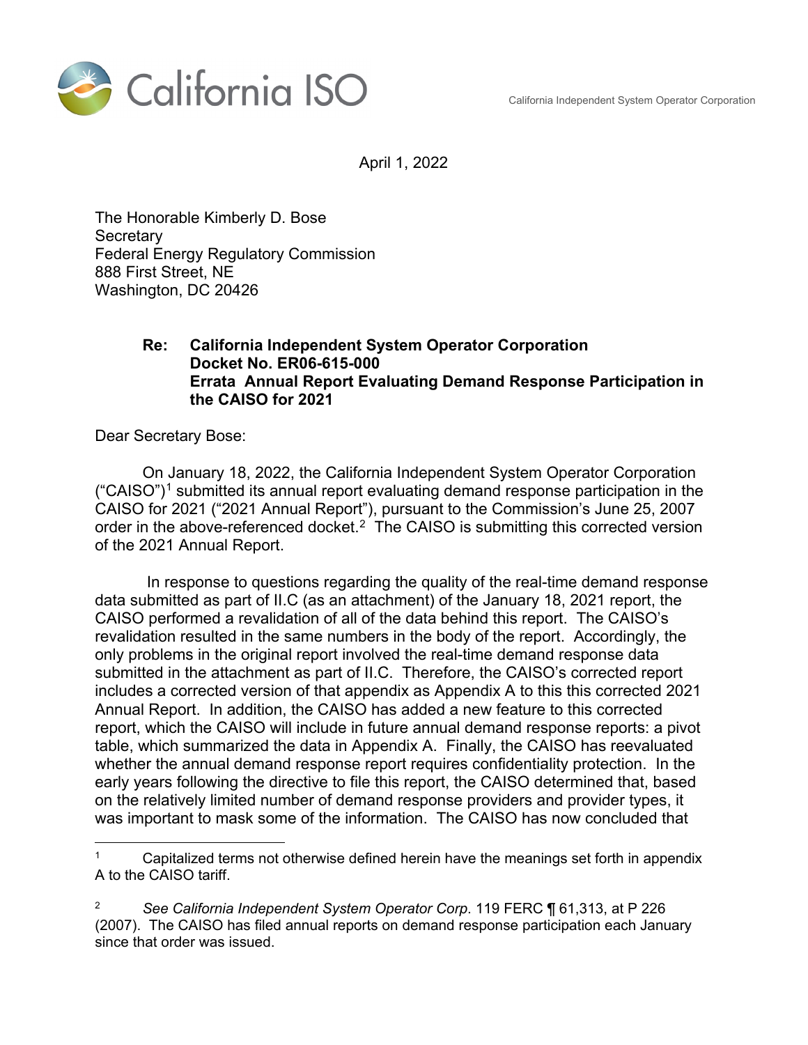California ISO

California Independent System Operator Corporation

April 1, 2022

The Honorable Kimberly D. Bose
Secretary
Federal Energy Regulatory Commission
888 First Street, NE
Washington, DC 20426

**Re: California Independent System Operator Corporation**
**Docket No. ER06-615-000**
**Errata Annual Report Evaluating Demand Response Participation in the CAISO for 2021**

Dear Secretary Bose:

On January 18, 2022, the California Independent System Operator Corporation ("CAISO")[1] submitted its annual report evaluating demand response participation in the CAISO for 2021 ("2021 Annual Report"), pursuant to the Commission's June 25, 2007 order in the above-referenced docket.[2] The CAISO is submitting this corrected version of the 2021 Annual Report.

In response to questions regarding the quality of the real-time demand response data submitted as part of II.C (as an attachment) of the January 18, 2021 report, the CAISO performed a revalidation of all of the data behind this report. The CAISO's revalidation resulted in the same numbers in the body of the report. Accordingly, the only problems in the original report involved the real-time demand response data submitted in the attachment as part of II.C. Therefore, the CAISO's corrected report includes a corrected version of that appendix as Appendix A to this this corrected 2021 Annual Report. In addition, the CAISO has added a new feature to this corrected report, which the CAISO will include in future annual demand response reports: a pivot table, which summarized the data in Appendix A. Finally, the CAISO has reevaluated whether the annual demand response report requires confidentiality protection. In the early years following the directive to file this report, the CAISO determined that, based on the relatively limited number of demand response providers and provider types, it was important to mask some of the information. The CAISO has now concluded that

---

[1] Capitalized terms not otherwise defined herein have the meanings set forth in appendix A to the CAISO tariff.

[2] See *California Independent System Operator Corp.* 119 FERC ¶ 61,313, at P 226 (2007). The CAISO has filed annual reports on demand response participation each January since that order was issued.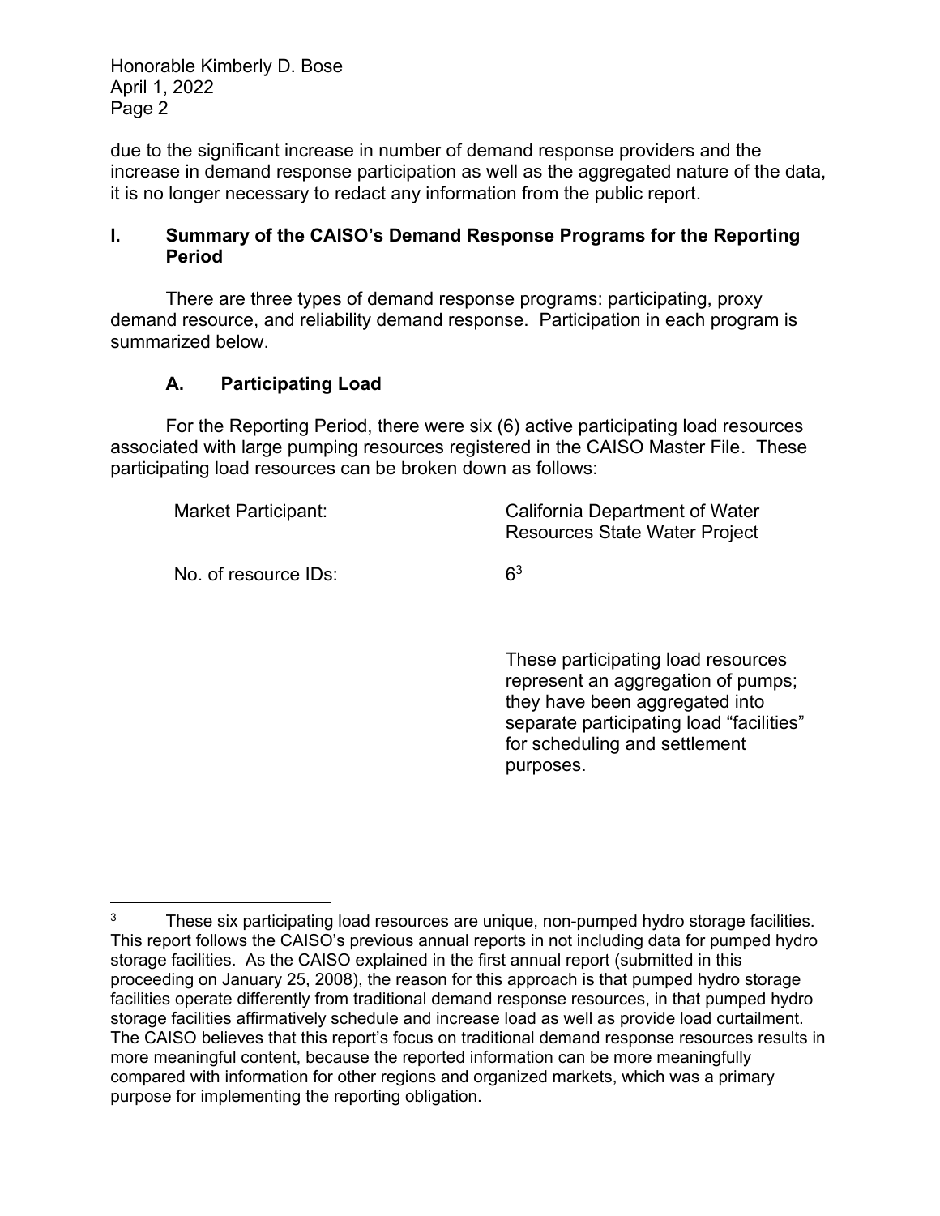due to the significant increase in number of demand response providers and the increase in demand response participation as well as the aggregated nature of the data, it is no longer necessary to redact any information from the public report.

## I. Summary of the CAISO's Demand Response Programs for the Reporting Period

There are three types of demand response programs: participating, proxy demand resource, and reliability demand response. Participation in each program is summarized below.

### A. Participating Load

For the Reporting Period, there were six (6) active participating load resources associated with large pumping resources registered in the CAISO Master File. These participating load resources can be broken down as follows:

| | |
|---|---|
| Market Participant: | California Department of Water Resources State Water Project |
| No. of resource IDs: | 6[3] |
| | These participating load resources represent an aggregation of pumps; they have been aggregated into separate participating load "facilities" for scheduling and settlement purposes. |

[3] These six participating load resources are unique, non-pumped hydro storage facilities. This report follows the CAISO's previous annual reports in not including data for pumped hydro storage facilities. As the CAISO explained in the first annual report (submitted in this proceeding on January 25, 2008), the reason for this approach is that pumped hydro storage facilities operate differently from traditional demand response resources, in that pumped hydro storage facilities affirmatively schedule and increase load as well as provide load curtailment. The CAISO believes that this report's focus on traditional demand response resources results in more meaningful content, because the reported information can be more meaningfully compared with information for other regions and organized markets, which was a primary purpose for implementing the reporting obligation.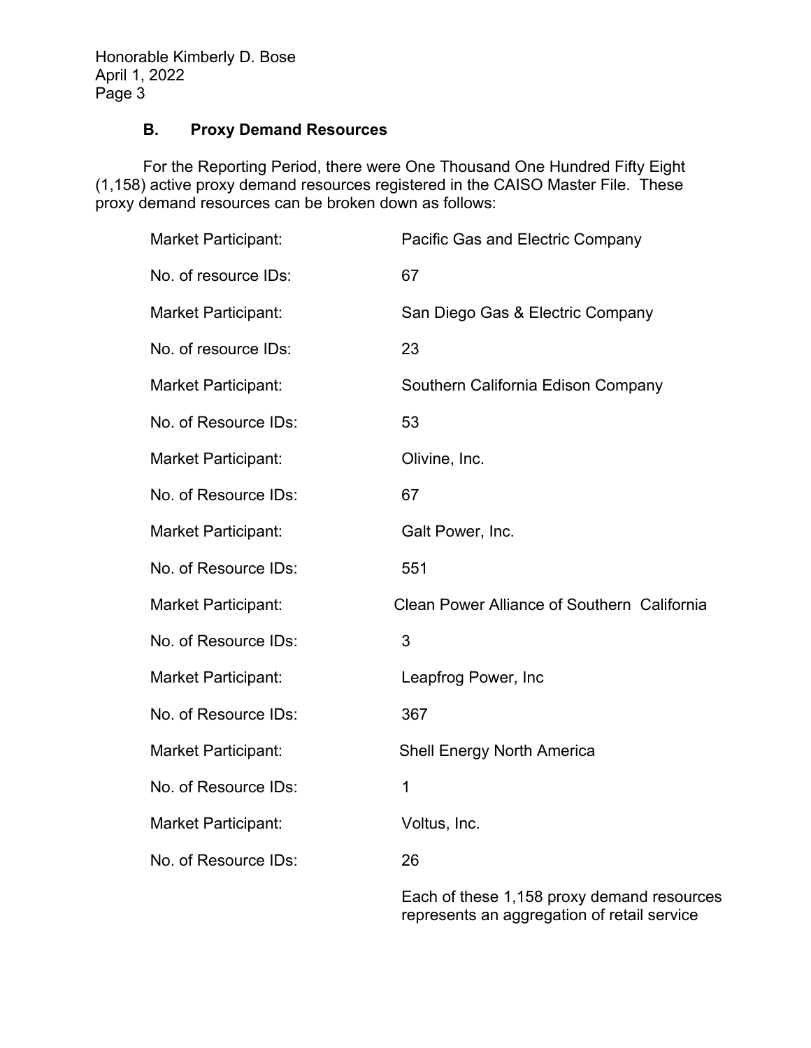Honorable Kimberly D. Bose
April 1, 2022
Page 3

### B. Proxy Demand Resources

For the Reporting Period, there were One Thousand One Hundred Fifty Eight (1,158) active proxy demand resources registered in the CAISO Master File. These proxy demand resources can be broken down as follows:

| | |
|---|---|
| Market Participant: | Pacific Gas and Electric Company |
| No. of resource IDs: | 67 |
| Market Participant: | San Diego Gas & Electric Company |
| No. of resource IDs: | 23 |
| Market Participant: | Southern California Edison Company |
| No. of Resource IDs: | 53 |
| Market Participant: | Olivine, Inc. |
| No. of Resource IDs: | 67 |
| Market Participant: | Galt Power, Inc. |
| No. of Resource IDs: | 551 |
| Market Participant: | Clean Power Alliance of Southern California |
| No. of Resource IDs: | 3 |
| Market Participant: | Leapfrog Power, Inc |
| No. of Resource IDs: | 367 |
| Market Participant: | Shell Energy North America |
| No. of Resource IDs: | 1 |
| Market Participant: | Voltus, Inc. |
| No. of Resource IDs: | 26 |

Each of these 1,158 proxy demand resources represents an aggregation of retail service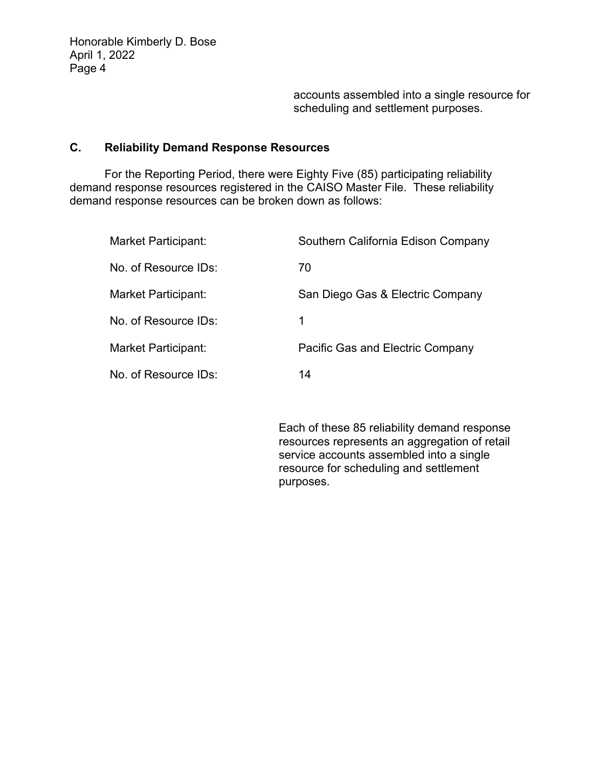accounts assembled into a single resource for scheduling and settlement purposes.

## C. Reliability Demand Response Resources

For the Reporting Period, there were Eighty Five (85) participating reliability demand response resources registered in the CAISO Master File. These reliability demand response resources can be broken down as follows:

Market Participant: Southern California Edison Company

No. of Resource IDs: 70

Market Participant: San Diego Gas & Electric Company

No. of Resource IDs: 1

Market Participant: Pacific Gas and Electric Company

No. of Resource IDs: 14

Each of these 85 reliability demand response resources represents an aggregation of retail service accounts assembled into a single resource for scheduling and settlement purposes.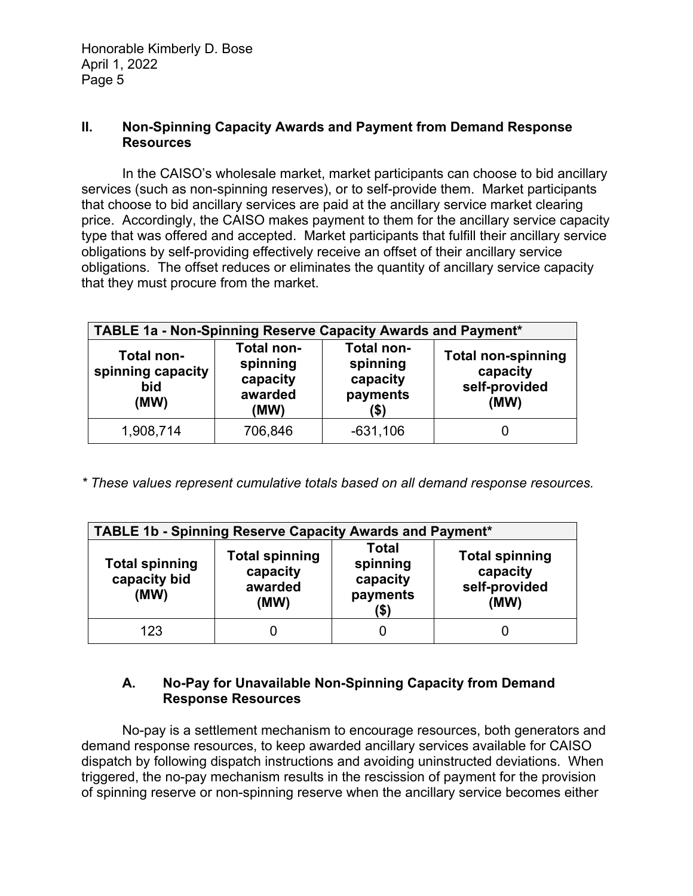## II. Non-Spinning Capacity Awards and Payment from Demand Response Resources

In the CAISO's wholesale market, market participants can choose to bid ancillary services (such as non-spinning reserves), or to self-provide them. Market participants that choose to bid ancillary services are paid at the ancillary service market clearing price. Accordingly, the CAISO makes payment to them for the ancillary service capacity type that was offered and accepted. Market participants that fulfill their ancillary service obligations by self-providing effectively receive an offset of their ancillary service obligations. The offset reduces or eliminates the quantity of ancillary service capacity that they must procure from the market.

| TABLE 1a - Non-Spinning Reserve Capacity Awards and Payment* | | | |
|---|---|---|---|
| **Total non-spinning capacity bid (MW)** | **Total non-spinning capacity awarded (MW)** | **Total non-spinning capacity payments ($)** | **Total non-spinning capacity self-provided (MW)** |
| 1,908,714 | 706,846 | -631,106 | 0 |

*\* These values represent cumulative totals based on all demand response resources.*

| TABLE 1b - Spinning Reserve Capacity Awards and Payment* | | | |
|---|---|---|---|
| **Total spinning capacity bid (MW)** | **Total spinning capacity awarded (MW)** | **Total spinning capacity payments ($)** | **Total spinning capacity self-provided (MW)** |
| 123 | 0 | 0 | 0 |

### A. No-Pay for Unavailable Non-Spinning Capacity from Demand Response Resources

No-pay is a settlement mechanism to encourage resources, both generators and demand response resources, to keep awarded ancillary services available for CAISO dispatch by following dispatch instructions and avoiding uninstructed deviations. When triggered, the no-pay mechanism results in the rescission of payment for the provision of spinning reserve or non-spinning reserve when the ancillary service becomes either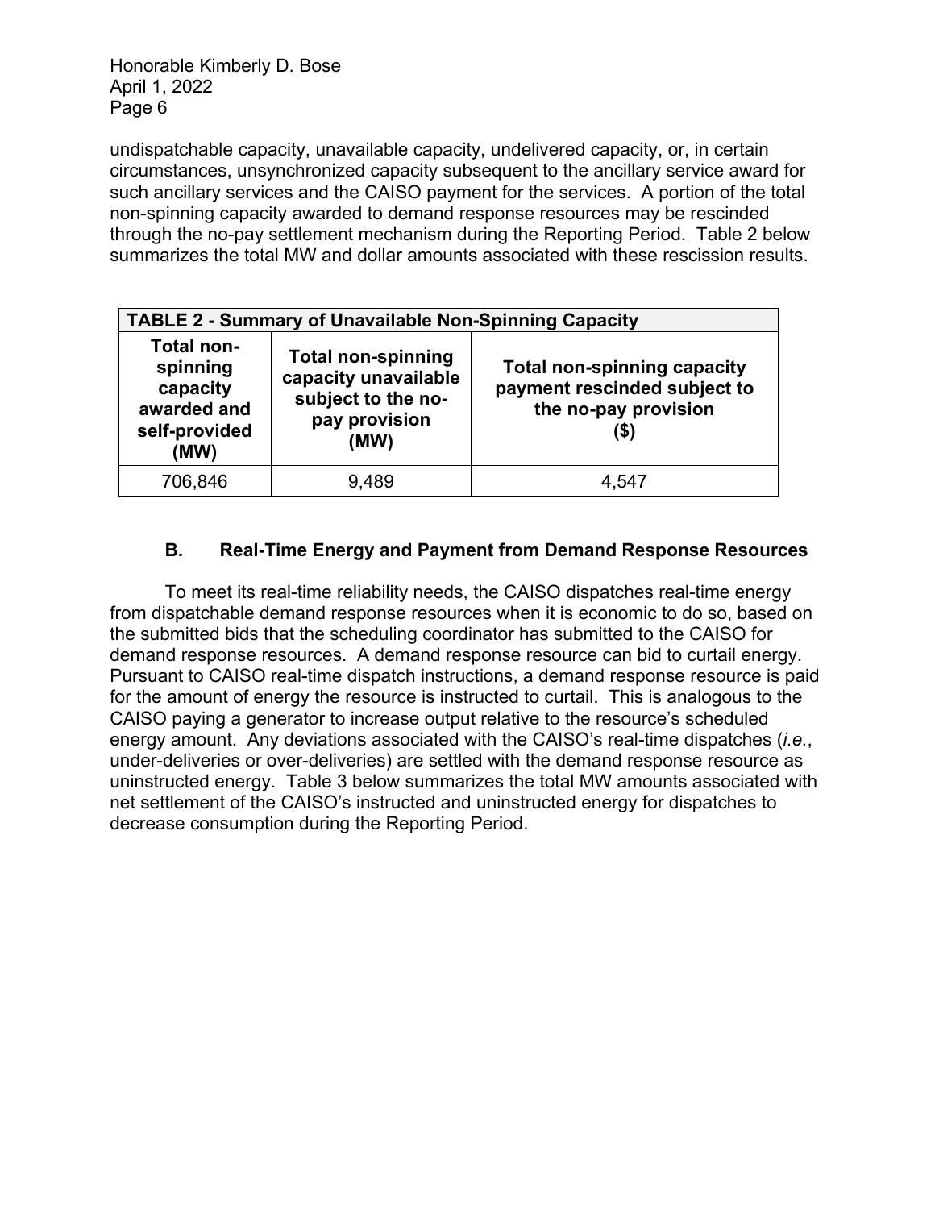undispatchable capacity, unavailable capacity, undelivered capacity, or, in certain circumstances, unsynchronized capacity subsequent to the ancillary service award for such ancillary services and the CAISO payment for the services. A portion of the total non-spinning capacity awarded to demand response resources may be rescinded through the no-pay settlement mechanism during the Reporting Period. Table 2 below summarizes the total MW and dollar amounts associated with these rescission results.

| TABLE 2 - Summary of Unavailable Non-Spinning Capacity | | |
|---|---|---|
| **Total non-spinning capacity awarded and self-provided (MW)** | **Total non-spinning capacity unavailable subject to the no-pay provision (MW)** | **Total non-spinning capacity payment rescinded subject to the no-pay provision ($)** |
| 706,846 | 9,489 | 4,547 |

### B. Real-Time Energy and Payment from Demand Response Resources

To meet its real-time reliability needs, the CAISO dispatches real-time energy from dispatchable demand response resources when it is economic to do so, based on the submitted bids that the scheduling coordinator has submitted to the CAISO for demand response resources. A demand response resource can bid to curtail energy. Pursuant to CAISO real-time dispatch instructions, a demand response resource is paid for the amount of energy the resource is instructed to curtail. This is analogous to the CAISO paying a generator to increase output relative to the resource's scheduled energy amount. Any deviations associated with the CAISO's real-time dispatches (*i.e.*, under-deliveries or over-deliveries) are settled with the demand response resource as uninstructed energy. Table 3 below summarizes the total MW amounts associated with net settlement of the CAISO's instructed and uninstructed energy for dispatches to decrease consumption during the Reporting Period.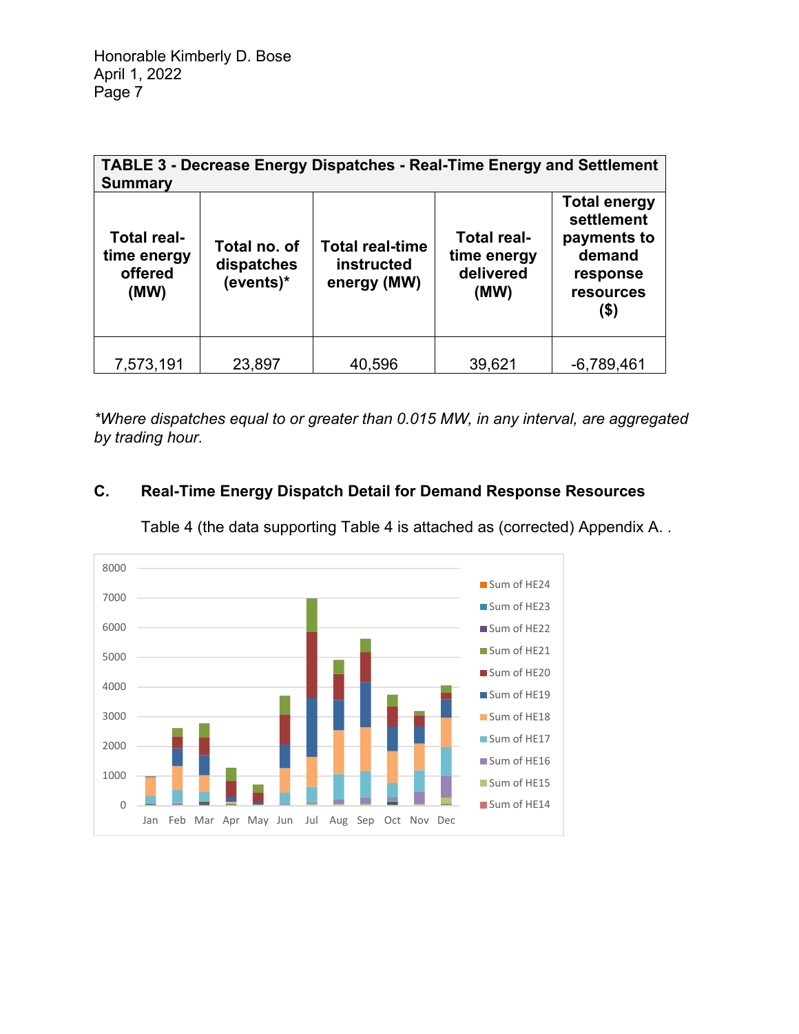| TABLE 3 - Decrease Energy Dispatches - Real-Time Energy and Settlement Summary | | | | |
|---|---|---|---|---|
| **Total real-time energy offered (MW)** | **Total no. of dispatches (events)*** | **Total real-time instructed energy (MW)** | **Total real-time energy delivered (MW)** | **Total energy settlement payments to demand response resources ($)** |
| 7,573,191 | 23,897 | 40,596 | 39,621 | -6,789,461 |

*\*Where dispatches equal to or greater than 0.015 MW, in any interval, are aggregated by trading hour.*

## C. Real-Time Energy Dispatch Detail for Demand Response Resources

Table 4 (the data supporting Table 4 is attached as (corrected) Appendix A. .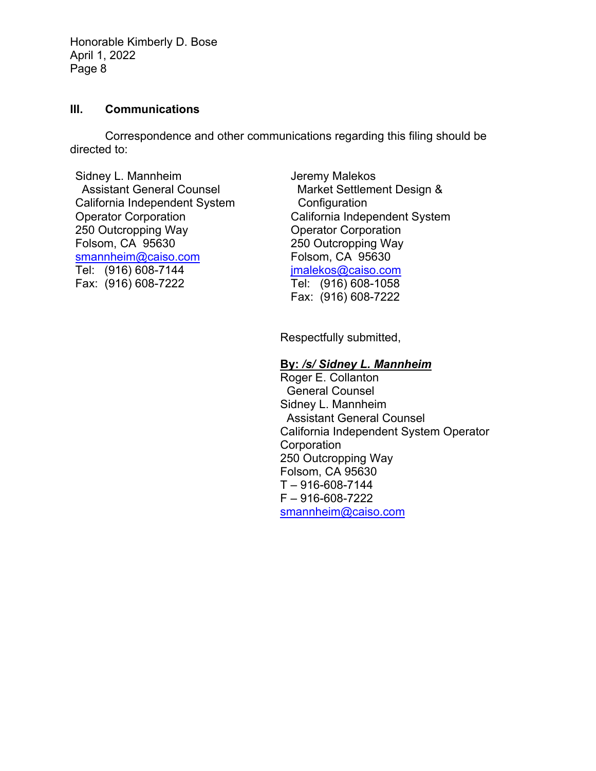## III. Communications

Correspondence and other communications regarding this filing should be directed to:

Sidney L. Mannheim
Assistant General Counsel
California Independent System Operator Corporation
250 Outcropping Way
Folsom, CA 95630
smannheim@caiso.com
Tel: (916) 608-7144
Fax: (916) 608-7222

Jeremy Malekos
Market Settlement Design & Configuration
California Independent System Operator Corporation
250 Outcropping Way
Folsom, CA 95630
jmalekos@caiso.com
Tel: (916) 608-1058
Fax: (916) 608-7222

Respectfully submitted,

**By: *<u>/s/ Sidney L. Mannheim</u>***
Roger E. Collanton
General Counsel
Sidney L. Mannheim
Assistant General Counsel
California Independent System Operator Corporation
250 Outcropping Way
Folsom, CA 95630
T – 916-608-7144
F – 916-608-7222
smannheim@caiso.com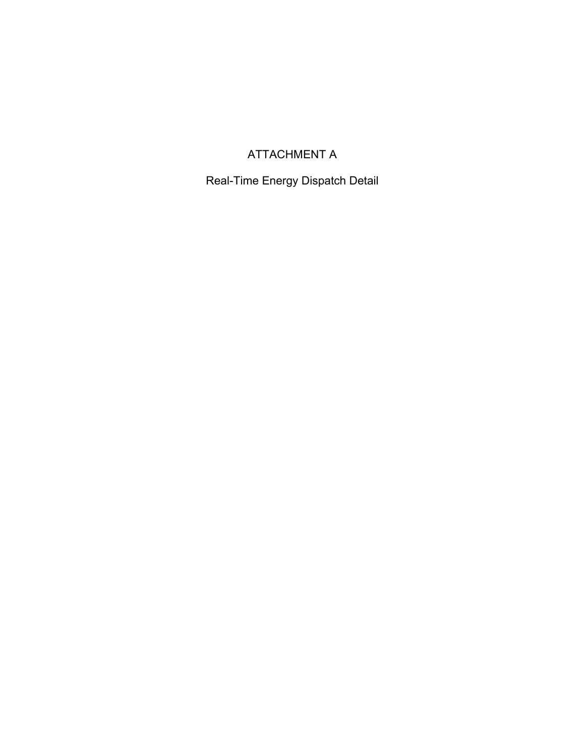# ATTACHMENT A

## Real-Time Energy Dispatch Detail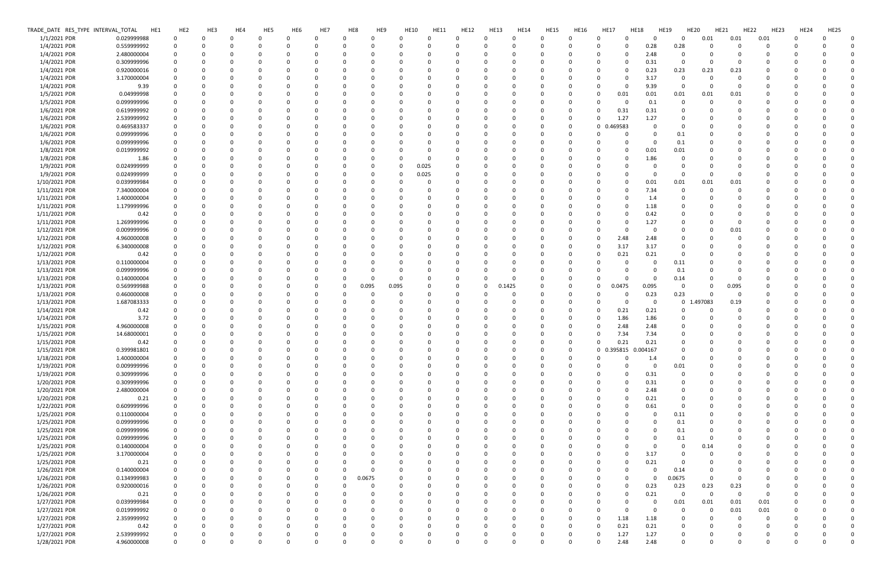| TRADE_DATE | RES_TYPE | INTERVAL_TOTAL | HE1 | HE2 | HE3 | HE4 | HE5 | HE6 | HE7 | HE8 | HE9 | HE10 | HE11 | HE12 | HE13 | HE14 | HE15 | HE16 | HE17 | HE18 | HE19 | HE20 | HE21 | HE22 | HE23 | HE24 | HE25 |
|---|---|---|---|---|---|---|---|---|---|---|---|---|---|---|---|---|---|---|---|---|---|---|---|---|---|---|---|
| 1/1/2021 | PDR | 0.029999988 | 0 | 0 | 0 | 0 | 0 | 0 | 0 | 0 | 0 | 0 | 0 | 0 | 0 | 0 | 0 | 0 | 0 | 0 | 0 | 0.01 | 0.01 | 0.01 | 0 | 0 | 0 |
| 1/4/2021 | PDR | 0.559999992 | 0 | 0 | 0 | 0 | 0 | 0 | 0 | 0 | 0 | 0 | 0 | 0 | 0 | 0 | 0 | 0 | 0 | 0.28 | 0.28 | 0 | 0 | 0 | 0 | 0 | 0 |
| 1/4/2021 | PDR | 2.480000004 | 0 | 0 | 0 | 0 | 0 | 0 | 0 | 0 | 0 | 0 | 0 | 0 | 0 | 0 | 0 | 0 | 0 | 2.48 | 0 | 0 | 0 | 0 | 0 | 0 | 0 |
| 1/4/2021 | PDR | 0.309999996 | 0 | 0 | 0 | 0 | 0 | 0 | 0 | 0 | 0 | 0 | 0 | 0 | 0 | 0 | 0 | 0 | 0 | 0.31 | 0 | 0 | 0 | 0 | 0 | 0 | 0 |
| 1/4/2021 | PDR | 0.920000016 | 0 | 0 | 0 | 0 | 0 | 0 | 0 | 0 | 0 | 0 | 0 | 0 | 0 | 0 | 0 | 0 | 0 | 0.23 | 0.23 | 0.23 | 0.23 | 0 | 0 | 0 | 0 |
| 1/4/2021 | PDR | 3.170000004 | 0 | 0 | 0 | 0 | 0 | 0 | 0 | 0 | 0 | 0 | 0 | 0 | 0 | 0 | 0 | 0 | 0 | 3.17 | 0 | 0 | 0 | 0 | 0 | 0 | 0 |
| 1/4/2021 | PDR | 9.39 | 0 | 0 | 0 | 0 | 0 | 0 | 0 | 0 | 0 | 0 | 0 | 0 | 0 | 0 | 0 | 0 | 0 | 9.39 | 0 | 0 | 0 | 0 | 0 | 0 | 0 |
| 1/5/2021 | PDR | 0.04999998 | 0 | 0 | 0 | 0 | 0 | 0 | 0 | 0 | 0 | 0 | 0 | 0 | 0 | 0 | 0 | 0 | 0.01 | 0.01 | 0.01 | 0.01 | 0.01 | 0 | 0 | 0 | 0 |
| 1/5/2021 | PDR | 0.099999996 | 0 | 0 | 0 | 0 | 0 | 0 | 0 | 0 | 0 | 0 | 0 | 0 | 0 | 0 | 0 | 0 | 0 | 0.1 | 0 | 0 | 0 | 0 | 0 | 0 | 0 |
| 1/6/2021 | PDR | 0.619999992 | 0 | 0 | 0 | 0 | 0 | 0 | 0 | 0 | 0 | 0 | 0 | 0 | 0 | 0 | 0 | 0 | 0.31 | 0.31 | 0 | 0 | 0 | 0 | 0 | 0 | 0 |
| 1/6/2021 | PDR | 2.539999992 | 0 | 0 | 0 | 0 | 0 | 0 | 0 | 0 | 0 | 0 | 0 | 0 | 0 | 0 | 0 | 0 | 1.27 | 1.27 | 0 | 0 | 0 | 0 | 0 | 0 | 0 |
| 1/6/2021 | PDR | 0.469583337 | 0 | 0 | 0 | 0 | 0 | 0 | 0 | 0 | 0 | 0 | 0 | 0 | 0 | 0 | 0 | 0 | 0.469583 | 0 | 0 | 0 | 0 | 0 | 0 | 0 | 0 |
| 1/6/2021 | PDR | 0.099999996 | 0 | 0 | 0 | 0 | 0 | 0 | 0 | 0 | 0 | 0 | 0 | 0 | 0 | 0 | 0 | 0 | 0 | 0 | 0.1 | 0 | 0 | 0 | 0 | 0 | 0 |
| 1/6/2021 | PDR | 0.099999996 | 0 | 0 | 0 | 0 | 0 | 0 | 0 | 0 | 0 | 0 | 0 | 0 | 0 | 0 | 0 | 0 | 0 | 0 | 0.1 | 0 | 0 | 0 | 0 | 0 | 0 |
| 1/8/2021 | PDR | 0.019999992 | 0 | 0 | 0 | 0 | 0 | 0 | 0 | 0 | 0 | 0 | 0 | 0 | 0 | 0 | 0 | 0 | 0 | 0.01 | 0.01 | 0 | 0 | 0 | 0 | 0 | 0 |
| 1/8/2021 | PDR | 1.86 | 0 | 0 | 0 | 0 | 0 | 0 | 0 | 0 | 0 | 0 | 0 | 0 | 0 | 0 | 0 | 0 | 0 | 1.86 | 0 | 0 | 0 | 0 | 0 | 0 | 0 |
| 1/9/2021 | PDR | 0.024999999 | 0 | 0 | 0 | 0 | 0 | 0 | 0 | 0 | 0 | 0.025 | 0 | 0 | 0 | 0 | 0 | 0 | 0 | 0 | 0 | 0 | 0 | 0 | 0 | 0 | 0 |
| 1/9/2021 | PDR | 0.024999999 | 0 | 0 | 0 | 0 | 0 | 0 | 0 | 0 | 0 | 0.025 | 0 | 0 | 0 | 0 | 0 | 0 | 0 | 0 | 0 | 0 | 0 | 0 | 0 | 0 | 0 |
| 1/10/2021 | PDR | 0.039999984 | 0 | 0 | 0 | 0 | 0 | 0 | 0 | 0 | 0 | 0 | 0 | 0 | 0 | 0 | 0 | 0 | 0 | 0.01 | 0.01 | 0.01 | 0.01 | 0 | 0 | 0 | 0 |
| 1/11/2021 | PDR | 7.340000004 | 0 | 0 | 0 | 0 | 0 | 0 | 0 | 0 | 0 | 0 | 0 | 0 | 0 | 0 | 0 | 0 | 0 | 7.34 | 0 | 0 | 0 | 0 | 0 | 0 | 0 |
| 1/11/2021 | PDR | 1.400000004 | 0 | 0 | 0 | 0 | 0 | 0 | 0 | 0 | 0 | 0 | 0 | 0 | 0 | 0 | 0 | 0 | 0 | 1.4 | 0 | 0 | 0 | 0 | 0 | 0 | 0 |
| 1/11/2021 | PDR | 1.179999996 | 0 | 0 | 0 | 0 | 0 | 0 | 0 | 0 | 0 | 0 | 0 | 0 | 0 | 0 | 0 | 0 | 0 | 1.18 | 0 | 0 | 0 | 0 | 0 | 0 | 0 |
| 1/11/2021 | PDR | 0.42 | 0 | 0 | 0 | 0 | 0 | 0 | 0 | 0 | 0 | 0 | 0 | 0 | 0 | 0 | 0 | 0 | 0 | 0.42 | 0 | 0 | 0 | 0 | 0 | 0 | 0 |
| 1/11/2021 | PDR | 1.269999996 | 0 | 0 | 0 | 0 | 0 | 0 | 0 | 0 | 0 | 0 | 0 | 0 | 0 | 0 | 0 | 0 | 0 | 1.27 | 0 | 0 | 0 | 0 | 0 | 0 | 0 |
| 1/12/2021 | PDR | 0.009999996 | 0 | 0 | 0 | 0 | 0 | 0 | 0 | 0 | 0 | 0 | 0 | 0 | 0 | 0 | 0 | 0 | 0 | 0 | 0 | 0 | 0.01 | 0 | 0 | 0 | 0 |
| 1/12/2021 | PDR | 4.960000008 | 0 | 0 | 0 | 0 | 0 | 0 | 0 | 0 | 0 | 0 | 0 | 0 | 0 | 0 | 0 | 0 | 2.48 | 2.48 | 0 | 0 | 0 | 0 | 0 | 0 | 0 |
| 1/12/2021 | PDR | 6.340000008 | 0 | 0 | 0 | 0 | 0 | 0 | 0 | 0 | 0 | 0 | 0 | 0 | 0 | 0 | 0 | 0 | 3.17 | 3.17 | 0 | 0 | 0 | 0 | 0 | 0 | 0 |
| 1/12/2021 | PDR | 0.42 | 0 | 0 | 0 | 0 | 0 | 0 | 0 | 0 | 0 | 0 | 0 | 0 | 0 | 0 | 0 | 0 | 0.21 | 0.21 | 0 | 0 | 0 | 0 | 0 | 0 | 0 |
| 1/13/2021 | PDR | 0.110000004 | 0 | 0 | 0 | 0 | 0 | 0 | 0 | 0 | 0 | 0 | 0 | 0 | 0 | 0 | 0 | 0 | 0 | 0 | 0.11 | 0 | 0 | 0 | 0 | 0 | 0 |
| 1/13/2021 | PDR | 0.099999996 | 0 | 0 | 0 | 0 | 0 | 0 | 0 | 0 | 0 | 0 | 0 | 0 | 0 | 0 | 0 | 0 | 0 | 0 | 0.1 | 0 | 0 | 0 | 0 | 0 | 0 |
| 1/13/2021 | PDR | 0.140000004 | 0 | 0 | 0 | 0 | 0 | 0 | 0 | 0 | 0 | 0 | 0 | 0 | 0 | 0 | 0 | 0 | 0 | 0 | 0.14 | 0 | 0 | 0 | 0 | 0 | 0 |
| 1/13/2021 | PDR | 0.569999988 | 0 | 0 | 0 | 0 | 0 | 0 | 0 | 0.095 | 0.095 | 0 | 0 | 0 | 0.1425 | 0 | 0 | 0 | 0.0475 | 0.095 | 0 | 0 | 0.095 | 0 | 0 | 0 | 0 |
| 1/13/2021 | PDR | 0.460000008 | 0 | 0 | 0 | 0 | 0 | 0 | 0 | 0 | 0 | 0 | 0 | 0 | 0 | 0 | 0 | 0 | 0 | 0.23 | 0.23 | 0 | 0 | 0 | 0 | 0 | 0 |
| 1/13/2021 | PDR | 1.687083333 | 0 | 0 | 0 | 0 | 0 | 0 | 0 | 0 | 0 | 0 | 0 | 0 | 0 | 0 | 0 | 0 | 0 | 0 | 0 | 1.497083 | 0.19 | 0 | 0 | 0 | 0 |
| 1/14/2021 | PDR | 0.42 | 0 | 0 | 0 | 0 | 0 | 0 | 0 | 0 | 0 | 0 | 0 | 0 | 0 | 0 | 0 | 0 | 0.21 | 0.21 | 0 | 0 | 0 | 0 | 0 | 0 | 0 |
| 1/14/2021 | PDR | 3.72 | 0 | 0 | 0 | 0 | 0 | 0 | 0 | 0 | 0 | 0 | 0 | 0 | 0 | 0 | 0 | 0 | 1.86 | 1.86 | 0 | 0 | 0 | 0 | 0 | 0 | 0 |
| 1/15/2021 | PDR | 4.960000008 | 0 | 0 | 0 | 0 | 0 | 0 | 0 | 0 | 0 | 0 | 0 | 0 | 0 | 0 | 0 | 0 | 2.48 | 2.48 | 0 | 0 | 0 | 0 | 0 | 0 | 0 |
| 1/15/2021 | PDR | 14.68000001 | 0 | 0 | 0 | 0 | 0 | 0 | 0 | 0 | 0 | 0 | 0 | 0 | 0 | 0 | 0 | 0 | 7.34 | 7.34 | 0 | 0 | 0 | 0 | 0 | 0 | 0 |
| 1/15/2021 | PDR | 0.42 | 0 | 0 | 0 | 0 | 0 | 0 | 0 | 0 | 0 | 0 | 0 | 0 | 0 | 0 | 0 | 0 | 0.21 | 0.21 | 0 | 0 | 0 | 0 | 0 | 0 | 0 |
| 1/15/2021 | PDR | 0.399981801 | 0 | 0 | 0 | 0 | 0 | 0 | 0 | 0 | 0 | 0 | 0 | 0 | 0 | 0 | 0 | 0 | 0.395815 | 0.004167 | 0 | 0 | 0 | 0 | 0 | 0 | 0 |
| 1/18/2021 | PDR | 1.400000004 | 0 | 0 | 0 | 0 | 0 | 0 | 0 | 0 | 0 | 0 | 0 | 0 | 0 | 0 | 0 | 0 | 0 | 1.4 | 0 | 0 | 0 | 0 | 0 | 0 | 0 |
| 1/19/2021 | PDR | 0.009999996 | 0 | 0 | 0 | 0 | 0 | 0 | 0 | 0 | 0 | 0 | 0 | 0 | 0 | 0 | 0 | 0 | 0 | 0 | 0.01 | 0 | 0 | 0 | 0 | 0 | 0 |
| 1/19/2021 | PDR | 0.309999996 | 0 | 0 | 0 | 0 | 0 | 0 | 0 | 0 | 0 | 0 | 0 | 0 | 0 | 0 | 0 | 0 | 0 | 0.31 | 0 | 0 | 0 | 0 | 0 | 0 | 0 |
| 1/20/2021 | PDR | 0.309999996 | 0 | 0 | 0 | 0 | 0 | 0 | 0 | 0 | 0 | 0 | 0 | 0 | 0 | 0 | 0 | 0 | 0 | 0.31 | 0 | 0 | 0 | 0 | 0 | 0 | 0 |
| 1/20/2021 | PDR | 2.480000004 | 0 | 0 | 0 | 0 | 0 | 0 | 0 | 0 | 0 | 0 | 0 | 0 | 0 | 0 | 0 | 0 | 0 | 2.48 | 0 | 0 | 0 | 0 | 0 | 0 | 0 |
| 1/20/2021 | PDR | 0.21 | 0 | 0 | 0 | 0 | 0 | 0 | 0 | 0 | 0 | 0 | 0 | 0 | 0 | 0 | 0 | 0 | 0 | 0.21 | 0 | 0 | 0 | 0 | 0 | 0 | 0 |
| 1/22/2021 | PDR | 0.609999996 | 0 | 0 | 0 | 0 | 0 | 0 | 0 | 0 | 0 | 0 | 0 | 0 | 0 | 0 | 0 | 0 | 0 | 0.61 | 0 | 0 | 0 | 0 | 0 | 0 | 0 |
| 1/25/2021 | PDR | 0.110000004 | 0 | 0 | 0 | 0 | 0 | 0 | 0 | 0 | 0 | 0 | 0 | 0 | 0 | 0 | 0 | 0 | 0 | 0 | 0.11 | 0 | 0 | 0 | 0 | 0 | 0 |
| 1/25/2021 | PDR | 0.099999996 | 0 | 0 | 0 | 0 | 0 | 0 | 0 | 0 | 0 | 0 | 0 | 0 | 0 | 0 | 0 | 0 | 0 | 0 | 0.1 | 0 | 0 | 0 | 0 | 0 | 0 |
| 1/25/2021 | PDR | 0.099999996 | 0 | 0 | 0 | 0 | 0 | 0 | 0 | 0 | 0 | 0 | 0 | 0 | 0 | 0 | 0 | 0 | 0 | 0 | 0.1 | 0 | 0 | 0 | 0 | 0 | 0 |
| 1/25/2021 | PDR | 0.09999996 | 0 | 0 | 0 | 0 | 0 | 0 | 0 | 0 | 0 | 0 | 0 | 0 | 0 | 0 | 0 | 0 | 0 | 0 | 0.1 | 0 | 0 | 0 | 0 | 0 | 0 |
| 1/25/2021 | PDR | 0.140000004 | 0 | 0 | 0 | 0 | 0 | 0 | 0 | 0 | 0 | 0 | 0 | 0 | 0 | 0 | 0 | 0 | 0 | 0 | 0 | 0.14 | 0 | 0 | 0 | 0 | 0 |
| 1/25/2021 | PDR | 3.170000004 | 0 | 0 | 0 | 0 | 0 | 0 | 0 | 0 | 0 | 0 | 0 | 0 | 0 | 0 | 0 | 0 | 0 | 3.17 | 0 | 0 | 0 | 0 | 0 | 0 | 0 |
| 1/25/2021 | PDR | 0.21 | 0 | 0 | 0 | 0 | 0 | 0 | 0 | 0 | 0 | 0 | 0 | 0 | 0 | 0 | 0 | 0 | 0 | 0.21 | 0 | 0 | 0 | 0 | 0 | 0 | 0 |
| 1/26/2021 | PDR | 0.140000004 | 0 | 0 | 0 | 0 | 0 | 0 | 0 | 0 | 0 | 0 | 0 | 0 | 0 | 0 | 0 | 0 | 0 | 0 | 0.14 | 0 | 0 | 0 | 0 | 0 | 0 |
| 1/26/2021 | PDR | 0.134999983 | 0 | 0 | 0 | 0 | 0 | 0 | 0 | 0.0675 | 0 | 0 | 0 | 0 | 0 | 0 | 0 | 0 | 0 | 0 | 0.0675 | 0 | 0 | 0 | 0 | 0 | 0 |
| 1/26/2021 | PDR | 0.920000016 | 0 | 0 | 0 | 0 | 0 | 0 | 0 | 0 | 0 | 0 | 0 | 0 | 0 | 0 | 0 | 0 | 0 | 0.23 | 0.23 | 0.23 | 0.23 | 0 | 0 | 0 | 0 |
| 1/26/2021 | PDR | 0.21 | 0 | 0 | 0 | 0 | 0 | 0 | 0 | 0 | 0 | 0 | 0 | 0 | 0 | 0 | 0 | 0 | 0 | 0.21 | 0 | 0 | 0 | 0 | 0 | 0 | 0 |
| 1/27/2021 | PDR | 0.039999984 | 0 | 0 | 0 | 0 | 0 | 0 | 0 | 0 | 0 | 0 | 0 | 0 | 0 | 0 | 0 | 0 | 0 | 0 | 0.01 | 0.01 | 0.01 | 0.01 | 0 | 0 | 0 |
| 1/27/2021 | PDR | 0.019999992 | 0 | 0 | 0 | 0 | 0 | 0 | 0 | 0 | 0 | 0 | 0 | 0 | 0 | 0 | 0 | 0 | 0 | 0 | 0 | 0 | 0.01 | 0.01 | 0 | 0 | 0 |
| 1/27/2021 | PDR | 2.359999992 | 0 | 0 | 0 | 0 | 0 | 0 | 0 | 0 | 0 | 0 | 0 | 0 | 0 | 0 | 0 | 0 | 1.18 | 1.18 | 0 | 0 | 0 | 0 | 0 | 0 | 0 |
| 1/27/2021 | PDR | 0.42 | 0 | 0 | 0 | 0 | 0 | 0 | 0 | 0 | 0 | 0 | 0 | 0 | 0 | 0 | 0 | 0 | 0.21 | 0.21 | 0 | 0 | 0 | 0 | 0 | 0 | 0 |
| 1/27/2021 | PDR | 2.539999992 | 0 | 0 | 0 | 0 | 0 | 0 | 0 | 0 | 0 | 0 | 0 | 0 | 0 | 0 | 0 | 0 | 1.27 | 1.27 | 0 | 0 | 0 | 0 | 0 | 0 | 0 |
| 1/28/2021 | PDR | 4.960000008 | 0 | 0 | 0 | 0 | 0 | 0 | 0 | 0 | 0 | 0 | 0 | 0 | 0 | 0 | 0 | 0 | 2.48 | 2.48 | 0 | 0 | 0 | 0 | 0 | 0 | 0 |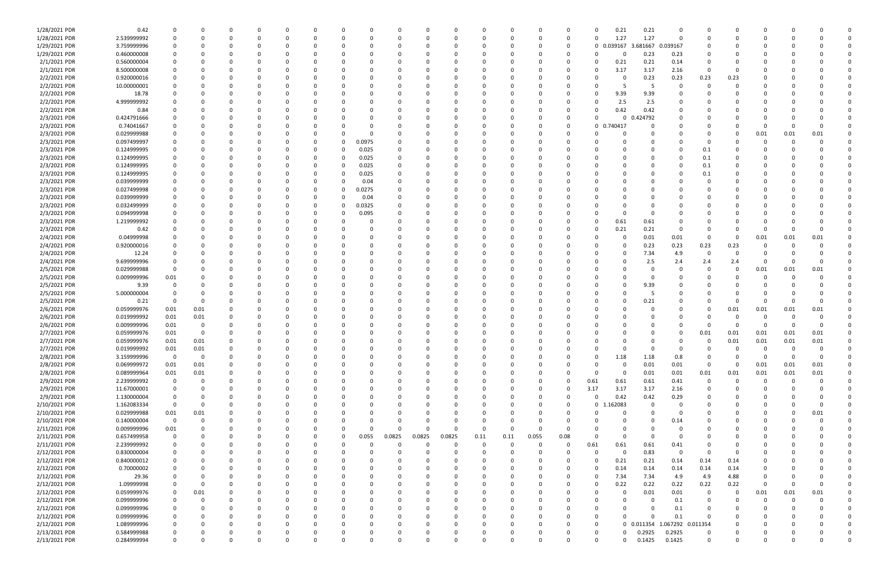| | | | | | | | | | | | | | | | | | | | | | | | | | | | |
|---|---|---|---|---|---|---|---|---|---|---|---|---|---|---|---|---|---|---|---|---|---|---|---|---|---|---|---|
| 1/28/2021 PDR | 0.42 | 0 | 0 | 0 | 0 | 0 | 0 | 0 | 0 | 0 | 0 | 0 | 0 | 0 | 0 | 0 | 0 | 0.21 | 0.21 | 0 | 0 | 0 | 0 | 0 | 0 | 0 | 0 |
| 1/28/2021 PDR | 2.539999992 | 0 | 0 | 0 | 0 | 0 | 0 | 0 | 0 | 0 | 0 | 0 | 0 | 0 | 0 | 0 | 0 | 1.27 | 1.27 | 0 | 0 | 0 | 0 | 0 | 0 | 0 | 0 |
| 1/29/2021 PDR | 3.759999996 | 0 | 0 | 0 | 0 | 0 | 0 | 0 | 0 | 0 | 0 | 0 | 0 | 0 | 0 | 0 | 0 | 0.039167 | 3.681667 | 0.039167 | 0 | 0 | 0 | 0 | 0 | 0 | 0 |
| 1/29/2021 PDR | 0.460000008 | 0 | 0 | 0 | 0 | 0 | 0 | 0 | 0 | 0 | 0 | 0 | 0 | 0 | 0 | 0 | 0 | 0 | 0.23 | 0.23 | 0 | 0 | 0 | 0 | 0 | 0 | 0 |
| 2/1/2021 PDR | 0.560000004 | 0 | 0 | 0 | 0 | 0 | 0 | 0 | 0 | 0 | 0 | 0 | 0 | 0 | 0 | 0 | 0 | 0.21 | 0.21 | 0.14 | 0 | 0 | 0 | 0 | 0 | 0 | 0 |
| 2/1/2021 PDR | 8.500000008 | 0 | 0 | 0 | 0 | 0 | 0 | 0 | 0 | 0 | 0 | 0 | 0 | 0 | 0 | 0 | 0 | 3.17 | 3.17 | 2.16 | 0 | 0 | 0 | 0 | 0 | 0 | 0 |
| 2/2/2021 PDR | 0.920000016 | 0 | 0 | 0 | 0 | 0 | 0 | 0 | 0 | 0 | 0 | 0 | 0 | 0 | 0 | 0 | 0 | 0 | 0.23 | 0.23 | 0.23 | 0.23 | 0 | 0 | 0 | 0 | 0 |
| 2/2/2021 PDR | 10.00000001 | 0 | 0 | 0 | 0 | 0 | 0 | 0 | 0 | 0 | 0 | 0 | 0 | 0 | 0 | 0 | 0 | 5 | 5 | 0 | 0 | 0 | 0 | 0 | 0 | 0 | 0 |
| 2/2/2021 PDR | 18.78 | 0 | 0 | 0 | 0 | 0 | 0 | 0 | 0 | 0 | 0 | 0 | 0 | 0 | 0 | 0 | 0 | 9.39 | 9.39 | 0 | 0 | 0 | 0 | 0 | 0 | 0 | 0 |
| 2/2/2021 PDR | 4.999999992 | 0 | 0 | 0 | 0 | 0 | 0 | 0 | 0 | 0 | 0 | 0 | 0 | 0 | 0 | 0 | 0 | 2.5 | 2.5 | 0 | 0 | 0 | 0 | 0 | 0 | 0 | 0 |
| 2/2/2021 PDR | 0.84 | 0 | 0 | 0 | 0 | 0 | 0 | 0 | 0 | 0 | 0 | 0 | 0 | 0 | 0 | 0 | 0 | 0.42 | 0.42 | 0 | 0 | 0 | 0 | 0 | 0 | 0 | 0 |
| 2/3/2021 PDR | 0.424791666 | 0 | 0 | 0 | 0 | 0 | 0 | 0 | 0 | 0 | 0 | 0 | 0 | 0 | 0 | 0 | 0 | 0 | 0.424792 | 0 | 0 | 0 | 0 | 0 | 0 | 0 | 0 |
| 2/3/2021 PDR | 0.74041667 | 0 | 0 | 0 | 0 | 0 | 0 | 0 | 0 | 0 | 0 | 0 | 0 | 0 | 0 | 0 | 0 | 0.740417 | 0 | 0 | 0 | 0 | 0 | 0 | 0 | 0 | 0 |
| 2/3/2021 PDR | 0.029999988 | 0 | 0 | 0 | 0 | 0 | 0 | 0 | 0 | 0 | 0 | 0 | 0 | 0 | 0 | 0 | 0 | 0 | 0 | 0 | 0 | 0 | 0 | 0.01 | 0.01 | 0.01 | 0 |
| 2/3/2021 PDR | 0.097499997 | 0 | 0 | 0 | 0 | 0 | 0 | 0 | 0.0975 | 0 | 0 | 0 | 0 | 0 | 0 | 0 | 0 | 0 | 0 | 0 | 0 | 0 | 0 | 0 | 0 | 0 | 0 |
| 2/3/2021 PDR | 0.124999995 | 0 | 0 | 0 | 0 | 0 | 0 | 0 | 0.025 | 0 | 0 | 0 | 0 | 0 | 0 | 0 | 0 | 0 | 0 | 0 | 0 | 0.1 | 0 | 0 | 0 | 0 | 0 |
| 2/3/2021 PDR | 0.124999995 | 0 | 0 | 0 | 0 | 0 | 0 | 0 | 0.025 | 0 | 0 | 0 | 0 | 0 | 0 | 0 | 0 | 0 | 0 | 0 | 0 | 0.1 | 0 | 0 | 0 | 0 | 0 |
| 2/3/2021 PDR | 0.124999995 | 0 | 0 | 0 | 0 | 0 | 0 | 0 | 0.025 | 0 | 0 | 0 | 0 | 0 | 0 | 0 | 0 | 0 | 0 | 0 | 0 | 0.1 | 0 | 0 | 0 | 0 | 0 |
| 2/3/2021 PDR | 0.124999995 | 0 | 0 | 0 | 0 | 0 | 0 | 0 | 0.025 | 0 | 0 | 0 | 0 | 0 | 0 | 0 | 0 | 0 | 0 | 0 | 0 | 0.1 | 0 | 0 | 0 | 0 | 0 |
| 2/3/2021 PDR | 0.039999999 | 0 | 0 | 0 | 0 | 0 | 0 | 0 | 0.04 | 0 | 0 | 0 | 0 | 0 | 0 | 0 | 0 | 0 | 0 | 0 | 0 | 0 | 0 | 0 | 0 | 0 | 0 |
| 2/3/2021 PDR | 0.027499998 | 0 | 0 | 0 | 0 | 0 | 0 | 0 | 0.0275 | 0 | 0 | 0 | 0 | 0 | 0 | 0 | 0 | 0 | 0 | 0 | 0 | 0 | 0 | 0 | 0 | 0 | 0 |
| 2/3/2021 PDR | 0.039999999 | 0 | 0 | 0 | 0 | 0 | 0 | 0 | 0.04 | 0 | 0 | 0 | 0 | 0 | 0 | 0 | 0 | 0 | 0 | 0 | 0 | 0 | 0 | 0 | 0 | 0 | 0 |
| 2/3/2021 PDR | 0.032499999 | 0 | 0 | 0 | 0 | 0 | 0 | 0 | 0.0325 | 0 | 0 | 0 | 0 | 0 | 0 | 0 | 0 | 0 | 0 | 0 | 0 | 0 | 0 | 0 | 0 | 0 | 0 |
| 2/3/2021 PDR | 0.094999998 | 0 | 0 | 0 | 0 | 0 | 0 | 0 | 0.095 | 0 | 0 | 0 | 0 | 0 | 0 | 0 | 0 | 0 | 0 | 0 | 0 | 0 | 0 | 0 | 0 | 0 | 0 |
| 2/3/2021 PDR | 1.219999992 | 0 | 0 | 0 | 0 | 0 | 0 | 0 | 0 | 0 | 0 | 0 | 0 | 0 | 0 | 0 | 0 | 0.61 | 0.61 | 0 | 0 | 0 | 0 | 0 | 0 | 0 | 0 |
| 2/3/2021 PDR | 0.42 | 0 | 0 | 0 | 0 | 0 | 0 | 0 | 0 | 0 | 0 | 0 | 0 | 0 | 0 | 0 | 0 | 0.21 | 0.21 | 0 | 0 | 0 | 0 | 0 | 0 | 0 | 0 |
| 2/4/2021 PDR | 0.04999998 | 0 | 0 | 0 | 0 | 0 | 0 | 0 | 0 | 0 | 0 | 0 | 0 | 0 | 0 | 0 | 0 | 0 | 0 | 0.01 | 0.01 | 0 | 0 | 0.01 | 0.01 | 0.01 | 0 |
| 2/4/2021 PDR | 0.920000016 | 0 | 0 | 0 | 0 | 0 | 0 | 0 | 0 | 0 | 0 | 0 | 0 | 0 | 0 | 0 | 0 | 0 | 0 | 0.23 | 0.23 | 0.23 | 0.23 | 0 | 0 | 0 | 0 |
| 2/4/2021 PDR | 12.24 | 0 | 0 | 0 | 0 | 0 | 0 | 0 | 0 | 0 | 0 | 0 | 0 | 0 | 0 | 0 | 0 | 0 | 0 | 7.34 | 4.9 | 0 | 0 | 0 | 0 | 0 | 0 |
| 2/4/2021 PDR | 9.699999996 | 0 | 0 | 0 | 0 | 0 | 0 | 0 | 0 | 0 | 0 | 0 | 0 | 0 | 0 | 0 | 0 | 0 | 0 | 2.5 | 2.4 | 2.4 | 2.4 | 0 | 0 | 0 | 0 |
| 2/5/2021 PDR | 0.029999988 | 0 | 0 | 0 | 0 | 0 | 0 | 0 | 0 | 0 | 0 | 0 | 0 | 0 | 0 | 0 | 0 | 0 | 0 | 0 | 0 | 0 | 0 | 0.01 | 0.01 | 0.01 | 0 |
| 2/5/2021 PDR | 0.009999996 | 0.01 | 0 | 0 | 0 | 0 | 0 | 0 | 0 | 0 | 0 | 0 | 0 | 0 | 0 | 0 | 0 | 0 | 0 | 0 | 0 | 0 | 0 | 0 | 0 | 0 | 0 |
| 2/5/2021 PDR | 9.39 | 0 | 0 | 0 | 0 | 0 | 0 | 0 | 0 | 0 | 0 | 0 | 0 | 0 | 0 | 0 | 0 | 0 | 0 | 9.39 | 0 | 0 | 0 | 0 | 0 | 0 | 0 |
| 2/5/2021 PDR | 5.000000004 | 0 | 0 | 0 | 0 | 0 | 0 | 0 | 0 | 0 | 0 | 0 | 0 | 0 | 0 | 0 | 0 | 0 | 0 | 5 | 0 | 0 | 0 | 0 | 0 | 0 | 0 |
| 2/5/2021 PDR | 0.21 | 0 | 0 | 0 | 0 | 0 | 0 | 0 | 0 | 0 | 0 | 0 | 0 | 0 | 0 | 0 | 0 | 0 | 0 | 0.21 | 0 | 0 | 0 | 0 | 0 | 0 | 0 |
| 2/6/2021 PDR | 0.059999976 | 0.01 | 0.01 | 0 | 0 | 0 | 0 | 0 | 0 | 0 | 0 | 0 | 0 | 0 | 0 | 0 | 0 | 0 | 0 | 0 | 0 | 0 | 0.01 | 0.01 | 0.01 | 0.01 | 0 |
| 2/6/2021 PDR | 0.019999992 | 0.01 | 0.01 | 0 | 0 | 0 | 0 | 0 | 0 | 0 | 0 | 0 | 0 | 0 | 0 | 0 | 0 | 0 | 0 | 0 | 0 | 0 | 0 | 0 | 0 | 0 | 0 |
| 2/6/2021 PDR | 0.009999996 | 0.01 | 0 | 0 | 0 | 0 | 0 | 0 | 0 | 0 | 0 | 0 | 0 | 0 | 0 | 0 | 0 | 0 | 0 | 0 | 0 | 0 | 0 | 0 | 0 | 0 | 0 |
| 2/7/2021 PDR | 0.059999976 | 0.01 | 0 | 0 | 0 | 0 | 0 | 0 | 0 | 0 | 0 | 0 | 0 | 0 | 0 | 0 | 0 | 0 | 0 | 0 | 0 | 0.01 | 0.01 | 0.01 | 0.01 | 0.01 | 0 |
| 2/7/2021 PDR | 0.059999976 | 0.01 | 0.01 | 0 | 0 | 0 | 0 | 0 | 0 | 0 | 0 | 0 | 0 | 0 | 0 | 0 | 0 | 0 | 0 | 0 | 0 | 0 | 0.01 | 0.01 | 0.01 | 0.01 | 0 |
| 2/7/2021 PDR | 0.019999992 | 0.01 | 0.01 | 0 | 0 | 0 | 0 | 0 | 0 | 0 | 0 | 0 | 0 | 0 | 0 | 0 | 0 | 0 | 0 | 0 | 0 | 0 | 0 | 0 | 0 | 0 | 0 |
| 2/8/2021 PDR | 3.159999996 | 0 | 0 | 0 | 0 | 0 | 0 | 0 | 0 | 0 | 0 | 0 | 0 | 0 | 0 | 0 | 0 | 1.18 | 1.18 | 0.8 | 0 | 0 | 0 | 0 | 0 | 0 | 0 |
| 2/8/2021 PDR | 0.069999972 | 0.01 | 0.01 | 0 | 0 | 0 | 0 | 0 | 0 | 0 | 0 | 0 | 0 | 0 | 0 | 0 | 0 | 0 | 0 | 0.01 | 0.01 | 0 | 0 | 0.01 | 0.01 | 0.01 | 0 |
| 2/8/2021 PDR | 0.089999964 | 0.01 | 0.01 | 0 | 0 | 0 | 0 | 0 | 0 | 0 | 0 | 0 | 0 | 0 | 0 | 0 | 0 | 0 | 0 | 0.01 | 0.01 | 0.01 | 0.01 | 0.01 | 0.01 | 0.01 | 0 |
| 2/9/2021 PDR | 2.239999992 | 0 | 0 | 0 | 0 | 0 | 0 | 0 | 0 | 0 | 0 | 0 | 0 | 0 | 0 | 0 | 0.61 | 0.61 | 0.61 | 0.41 | 0 | 0 | 0 | 0 | 0 | 0 | 0 |
| 2/9/2021 PDR | 11.67000001 | 0 | 0 | 0 | 0 | 0 | 0 | 0 | 0 | 0 | 0 | 0 | 0 | 0 | 0 | 0 | 3.17 | 3.17 | 3.17 | 2.16 | 0 | 0 | 0 | 0 | 0 | 0 | 0 |
| 2/9/2021 PDR | 1.130000004 | 0 | 0 | 0 | 0 | 0 | 0 | 0 | 0 | 0 | 0 | 0 | 0 | 0 | 0 | 0 | 0 | 0.42 | 0.42 | 0.29 | 0 | 0 | 0 | 0 | 0 | 0 | 0 |
| 2/10/2021 PDR | 1.162083334 | 0 | 0 | 0 | 0 | 0 | 0 | 0 | 0 | 0 | 0 | 0 | 0 | 0 | 0 | 0 | 0 | 1.162083 | 0 | 0 | 0 | 0 | 0 | 0 | 0 | 0 | 0 |
| 2/10/2021 PDR | 0.029999988 | 0.01 | 0.01 | 0 | 0 | 0 | 0 | 0 | 0 | 0 | 0 | 0 | 0 | 0 | 0 | 0 | 0 | 0 | 0 | 0 | 0 | 0 | 0 | 0 | 0 | 0.01 | 0 |
| 2/10/2021 PDR | 0.140000004 | 0 | 0 | 0 | 0 | 0 | 0 | 0 | 0 | 0 | 0 | 0 | 0 | 0 | 0 | 0 | 0 | 0 | 0 | 0.14 | 0 | 0 | 0 | 0 | 0 | 0 | 0 |
| 2/11/2021 PDR | 0.009999996 | 0.01 | 0 | 0 | 0 | 0 | 0 | 0 | 0 | 0 | 0 | 0 | 0 | 0 | 0 | 0 | 0 | 0 | 0 | 0 | 0 | 0 | 0 | 0 | 0 | 0 | 0 |
| 2/11/2021 PDR | 0.657499958 | 0 | 0 | 0 | 0 | 0 | 0 | 0 | 0.055 | 0.0825 | 0.0825 | 0.0825 | 0.11 | 0.11 | 0.055 | 0.08 | 0 | 0 | 0 | 0 | 0 | 0 | 0 | 0 | 0 | 0 | 0 |
| 2/11/2021 PDR | 2.239999992 | 0 | 0 | 0 | 0 | 0 | 0 | 0 | 0 | 0 | 0 | 0 | 0 | 0 | 0 | 0 | 0.61 | 0.61 | 0.61 | 0.41 | 0 | 0 | 0 | 0 | 0 | 0 | 0 |
| 2/12/2021 PDR | 0.830000004 | 0 | 0 | 0 | 0 | 0 | 0 | 0 | 0 | 0 | 0 | 0 | 0 | 0 | 0 | 0 | 0 | 0 | 0.83 | 0 | 0 | 0 | 0 | 0 | 0 | 0 | 0 |
| 2/12/2021 PDR | 0.840000012 | 0 | 0 | 0 | 0 | 0 | 0 | 0 | 0 | 0 | 0 | 0 | 0 | 0 | 0 | 0 | 0 | 0.21 | 0.21 | 0.14 | 0.14 | 0.14 | 0 | 0 | 0 | 0 | 0 |
| 2/12/2021 PDR | 0.70000002 | 0 | 0 | 0 | 0 | 0 | 0 | 0 | 0 | 0 | 0 | 0 | 0 | 0 | 0 | 0 | 0 | 0.14 | 0.14 | 0.14 | 0.14 | 0.14 | 0 | 0 | 0 | 0 | 0 |
| 2/12/2021 PDR | 29.36 | 0 | 0 | 0 | 0 | 0 | 0 | 0 | 0 | 0 | 0 | 0 | 0 | 0 | 0 | 0 | 0 | 7.34 | 7.34 | 4.9 | 4.9 | 4.88 | 0 | 0 | 0 | 0 | 0 |
| 2/12/2021 PDR | 1.09999998 | 0 | 0 | 0 | 0 | 0 | 0 | 0 | 0 | 0 | 0 | 0 | 0 | 0 | 0 | 0 | 0 | 0.22 | 0.22 | 0.22 | 0.22 | 0.22 | 0 | 0 | 0 | 0 | 0 |
| 2/12/2021 PDR | 0.059999976 | 0 | 0.01 | 0 | 0 | 0 | 0 | 0 | 0 | 0 | 0 | 0 | 0 | 0 | 0 | 0 | 0 | 0 | 0.01 | 0.01 | 0 | 0 | 0 | 0.01 | 0.01 | 0.01 | 0 |
| 2/12/2021 PDR | 0.099999996 | 0 | 0 | 0 | 0 | 0 | 0 | 0 | 0 | 0 | 0 | 0 | 0 | 0 | 0 | 0 | 0 | 0 | 0 | 0.1 | 0 | 0 | 0 | 0 | 0 | 0 | 0 |
| 2/12/2021 PDR | 0.099999996 | 0 | 0 | 0 | 0 | 0 | 0 | 0 | 0 | 0 | 0 | 0 | 0 | 0 | 0 | 0 | 0 | 0 | 0 | 0.1 | 0 | 0 | 0 | 0 | 0 | 0 | 0 |
| 2/12/2021 PDR | 0.099999996 | 0 | 0 | 0 | 0 | 0 | 0 | 0 | 0 | 0 | 0 | 0 | 0 | 0 | 0 | 0 | 0 | 0 | 0 | 0.1 | 0 | 0 | 0 | 0 | 0 | 0 | 0 |
| 2/12/2021 PDR | 1.089999996 | 0 | 0 | 0 | 0 | 0 | 0 | 0 | 0 | 0 | 0 | 0 | 0 | 0 | 0 | 0 | 0 | 0 | 0.011354 | 1.067292 | 0.011354 | 0 | 0 | 0 | 0 | 0 | 0 |
| 2/13/2021 PDR | 0.584999988 | 0 | 0 | 0 | 0 | 0 | 0 | 0 | 0 | 0 | 0 | 0 | 0 | 0 | 0 | 0 | 0 | 0 | 0.2925 | 0.2925 | 0 | 0 | 0 | 0 | 0 | 0 | 0 |
| 2/13/2021 PDR | 0.284999994 | 0 | 0 | 0 | 0 | 0 | 0 | 0 | 0 | 0 | 0 | 0 | 0 | 0 | 0 | 0 | 0 | 0 | 0.1425 | 0.1425 | 0 | 0 | 0 | 0 | 0 | 0 | 0 |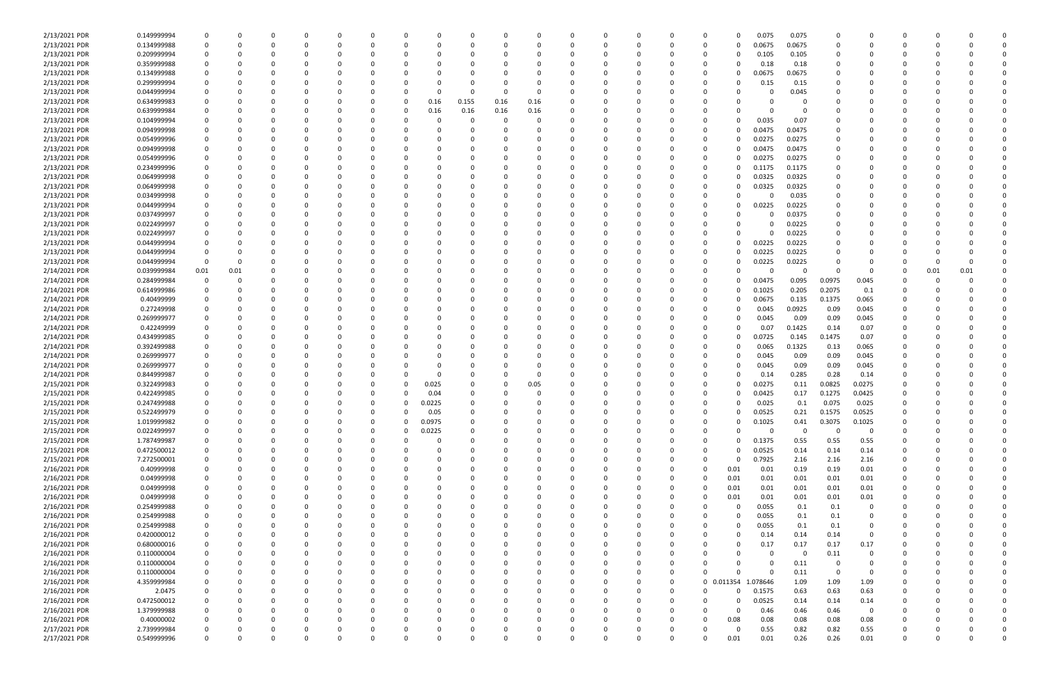| | | | | | | | | | | | | | | | | | | | | | | | | | | | |
|---|---|---|---|---|---|---|---|---|---|---|---|---|---|---|---|---|---|---|---|---|---|---|---|---|---|---|---|
| 2/13/2021 PDR | 0.149999994 | 0 | 0 | 0 | 0 | 0 | 0 | 0 | 0 | 0 | 0 | 0 | 0 | 0 | 0 | 0 | 0 | 0 | 0.075 | 0.075 | 0 | 0 | 0 | 0 | 0 | 0 | 0 |
| 2/13/2021 PDR | 0.134999988 | 0 | 0 | 0 | 0 | 0 | 0 | 0 | 0 | 0 | 0 | 0 | 0 | 0 | 0 | 0 | 0 | 0 | 0.0675 | 0.0675 | 0 | 0 | 0 | 0 | 0 | 0 | 0 |
| 2/13/2021 PDR | 0.209999994 | 0 | 0 | 0 | 0 | 0 | 0 | 0 | 0 | 0 | 0 | 0 | 0 | 0 | 0 | 0 | 0 | 0 | 0.105 | 0.105 | 0 | 0 | 0 | 0 | 0 | 0 | 0 |
| 2/13/2021 PDR | 0.359999988 | 0 | 0 | 0 | 0 | 0 | 0 | 0 | 0 | 0 | 0 | 0 | 0 | 0 | 0 | 0 | 0 | 0 | 0.18 | 0.18 | 0 | 0 | 0 | 0 | 0 | 0 | 0 |
| 2/13/2021 PDR | 0.134999988 | 0 | 0 | 0 | 0 | 0 | 0 | 0 | 0 | 0 | 0 | 0 | 0 | 0 | 0 | 0 | 0 | 0 | 0.0675 | 0.0675 | 0 | 0 | 0 | 0 | 0 | 0 | 0 |
| 2/13/2021 PDR | 0.299999994 | 0 | 0 | 0 | 0 | 0 | 0 | 0 | 0 | 0 | 0 | 0 | 0 | 0 | 0 | 0 | 0 | 0 | 0.15 | 0.15 | 0 | 0 | 0 | 0 | 0 | 0 | 0 |
| 2/13/2021 PDR | 0.044999994 | 0 | 0 | 0 | 0 | 0 | 0 | 0 | 0 | 0 | 0 | 0 | 0 | 0 | 0 | 0 | 0 | 0 | 0 | 0.045 | 0 | 0 | 0 | 0 | 0 | 0 | 0 |
| 2/13/2021 PDR | 0.634999983 | 0 | 0 | 0 | 0 | 0 | 0 | 0 | 0.16 | 0.155 | 0.16 | 0.16 | 0 | 0 | 0 | 0 | 0 | 0 | 0 | 0 | 0 | 0 | 0 | 0 | 0 | 0 | 0 |
| 2/13/2021 PDR | 0.639999984 | 0 | 0 | 0 | 0 | 0 | 0 | 0 | 0.16 | 0.16 | 0.16 | 0.16 | 0 | 0 | 0 | 0 | 0 | 0 | 0 | 0 | 0 | 0 | 0 | 0 | 0 | 0 | 0 |
| 2/13/2021 PDR | 0.104999994 | 0 | 0 | 0 | 0 | 0 | 0 | 0 | 0 | 0 | 0 | 0 | 0 | 0 | 0 | 0 | 0 | 0 | 0.035 | 0.07 | 0 | 0 | 0 | 0 | 0 | 0 | 0 |
| 2/13/2021 PDR | 0.094999998 | 0 | 0 | 0 | 0 | 0 | 0 | 0 | 0 | 0 | 0 | 0 | 0 | 0 | 0 | 0 | 0 | 0 | 0.0475 | 0.0475 | 0 | 0 | 0 | 0 | 0 | 0 | 0 |
| 2/13/2021 PDR | 0.054999996 | 0 | 0 | 0 | 0 | 0 | 0 | 0 | 0 | 0 | 0 | 0 | 0 | 0 | 0 | 0 | 0 | 0 | 0.0275 | 0.0275 | 0 | 0 | 0 | 0 | 0 | 0 | 0 |
| 2/13/2021 PDR | 0.094999998 | 0 | 0 | 0 | 0 | 0 | 0 | 0 | 0 | 0 | 0 | 0 | 0 | 0 | 0 | 0 | 0 | 0 | 0.0475 | 0.0475 | 0 | 0 | 0 | 0 | 0 | 0 | 0 |
| 2/13/2021 PDR | 0.054999996 | 0 | 0 | 0 | 0 | 0 | 0 | 0 | 0 | 0 | 0 | 0 | 0 | 0 | 0 | 0 | 0 | 0 | 0.0275 | 0.0275 | 0 | 0 | 0 | 0 | 0 | 0 | 0 |
| 2/13/2021 PDR | 0.234999996 | 0 | 0 | 0 | 0 | 0 | 0 | 0 | 0 | 0 | 0 | 0 | 0 | 0 | 0 | 0 | 0 | 0 | 0.1175 | 0.1175 | 0 | 0 | 0 | 0 | 0 | 0 | 0 |
| 2/13/2021 PDR | 0.064999998 | 0 | 0 | 0 | 0 | 0 | 0 | 0 | 0 | 0 | 0 | 0 | 0 | 0 | 0 | 0 | 0 | 0 | 0.0325 | 0.0325 | 0 | 0 | 0 | 0 | 0 | 0 | 0 |
| 2/13/2021 PDR | 0.064999998 | 0 | 0 | 0 | 0 | 0 | 0 | 0 | 0 | 0 | 0 | 0 | 0 | 0 | 0 | 0 | 0 | 0 | 0.0325 | 0.0325 | 0 | 0 | 0 | 0 | 0 | 0 | 0 |
| 2/13/2021 PDR | 0.034999998 | 0 | 0 | 0 | 0 | 0 | 0 | 0 | 0 | 0 | 0 | 0 | 0 | 0 | 0 | 0 | 0 | 0 | 0 | 0.035 | 0 | 0 | 0 | 0 | 0 | 0 | 0 |
| 2/13/2021 PDR | 0.044999994 | 0 | 0 | 0 | 0 | 0 | 0 | 0 | 0 | 0 | 0 | 0 | 0 | 0 | 0 | 0 | 0 | 0 | 0.0225 | 0.0225 | 0 | 0 | 0 | 0 | 0 | 0 | 0 |
| 2/13/2021 PDR | 0.037499997 | 0 | 0 | 0 | 0 | 0 | 0 | 0 | 0 | 0 | 0 | 0 | 0 | 0 | 0 | 0 | 0 | 0 | 0 | 0.0375 | 0 | 0 | 0 | 0 | 0 | 0 | 0 |
| 2/13/2021 PDR | 0.022499997 | 0 | 0 | 0 | 0 | 0 | 0 | 0 | 0 | 0 | 0 | 0 | 0 | 0 | 0 | 0 | 0 | 0 | 0 | 0.0225 | 0 | 0 | 0 | 0 | 0 | 0 | 0 |
| 2/13/2021 PDR | 0.022499997 | 0 | 0 | 0 | 0 | 0 | 0 | 0 | 0 | 0 | 0 | 0 | 0 | 0 | 0 | 0 | 0 | 0 | 0 | 0.0225 | 0 | 0 | 0 | 0 | 0 | 0 | 0 |
| 2/13/2021 PDR | 0.044999994 | 0 | 0 | 0 | 0 | 0 | 0 | 0 | 0 | 0 | 0 | 0 | 0 | 0 | 0 | 0 | 0 | 0 | 0.0225 | 0.0225 | 0 | 0 | 0 | 0 | 0 | 0 | 0 |
| 2/13/2021 PDR | 0.044999994 | 0 | 0 | 0 | 0 | 0 | 0 | 0 | 0 | 0 | 0 | 0 | 0 | 0 | 0 | 0 | 0 | 0 | 0.0225 | 0.0225 | 0 | 0 | 0 | 0 | 0 | 0 | 0 |
| 2/13/2021 PDR | 0.044999994 | 0 | 0 | 0 | 0 | 0 | 0 | 0 | 0 | 0 | 0 | 0 | 0 | 0 | 0 | 0 | 0 | 0 | 0.0225 | 0.0225 | 0 | 0 | 0 | 0 | 0 | 0 | 0 |
| 2/14/2021 PDR | 0.039999984 | 0.01 | 0.01 | 0 | 0 | 0 | 0 | 0 | 0 | 0 | 0 | 0 | 0 | 0 | 0 | 0 | 0 | 0 | 0 | 0 | 0 | 0 | 0 | 0 | 0.01 | 0.01 | 0 |
| 2/14/2021 PDR | 0.284999984 | 0 | 0 | 0 | 0 | 0 | 0 | 0 | 0 | 0 | 0 | 0 | 0 | 0 | 0 | 0 | 0 | 0 | 0.0475 | 0.095 | 0.0975 | 0.045 | 0 | 0 | 0 | 0 | 0 |
| 2/14/2021 PDR | 0.614999986 | 0 | 0 | 0 | 0 | 0 | 0 | 0 | 0 | 0 | 0 | 0 | 0 | 0 | 0 | 0 | 0 | 0 | 0.1025 | 0.205 | 0.2075 | 0.1 | 0 | 0 | 0 | 0 | 0 |
| 2/14/2021 PDR | 0.40499999 | 0 | 0 | 0 | 0 | 0 | 0 | 0 | 0 | 0 | 0 | 0 | 0 | 0 | 0 | 0 | 0 | 0 | 0.0675 | 0.135 | 0.1375 | 0.065 | 0 | 0 | 0 | 0 | 0 |
| 2/14/2021 PDR | 0.27249998 | 0 | 0 | 0 | 0 | 0 | 0 | 0 | 0 | 0 | 0 | 0 | 0 | 0 | 0 | 0 | 0 | 0 | 0.045 | 0.0925 | 0.09 | 0.045 | 0 | 0 | 0 | 0 | 0 |
| 2/14/2021 PDR | 0.269999977 | 0 | 0 | 0 | 0 | 0 | 0 | 0 | 0 | 0 | 0 | 0 | 0 | 0 | 0 | 0 | 0 | 0 | 0.045 | 0.09 | 0.09 | 0.045 | 0 | 0 | 0 | 0 | 0 |
| 2/14/2021 PDR | 0.42249999 | 0 | 0 | 0 | 0 | 0 | 0 | 0 | 0 | 0 | 0 | 0 | 0 | 0 | 0 | 0 | 0 | 0 | 0.07 | 0.1425 | 0.14 | 0.07 | 0 | 0 | 0 | 0 | 0 |
| 2/14/2021 PDR | 0.434999985 | 0 | 0 | 0 | 0 | 0 | 0 | 0 | 0 | 0 | 0 | 0 | 0 | 0 | 0 | 0 | 0 | 0 | 0.0725 | 0.145 | 0.1475 | 0.07 | 0 | 0 | 0 | 0 | 0 |
| 2/14/2021 PDR | 0.392499988 | 0 | 0 | 0 | 0 | 0 | 0 | 0 | 0 | 0 | 0 | 0 | 0 | 0 | 0 | 0 | 0 | 0 | 0.065 | 0.1325 | 0.13 | 0.065 | 0 | 0 | 0 | 0 | 0 |
| 2/14/2021 PDR | 0.269999977 | 0 | 0 | 0 | 0 | 0 | 0 | 0 | 0 | 0 | 0 | 0 | 0 | 0 | 0 | 0 | 0 | 0 | 0.045 | 0.09 | 0.09 | 0.045 | 0 | 0 | 0 | 0 | 0 |
| 2/14/2021 PDR | 0.269999977 | 0 | 0 | 0 | 0 | 0 | 0 | 0 | 0 | 0 | 0 | 0 | 0 | 0 | 0 | 0 | 0 | 0 | 0.045 | 0.09 | 0.09 | 0.045 | 0 | 0 | 0 | 0 | 0 |
| 2/14/2021 PDR | 0.844999987 | 0 | 0 | 0 | 0 | 0 | 0 | 0 | 0 | 0 | 0 | 0 | 0 | 0 | 0 | 0 | 0 | 0 | 0.14 | 0.285 | 0.28 | 0.14 | 0 | 0 | 0 | 0 | 0 |
| 2/15/2021 PDR | 0.322499983 | 0 | 0 | 0 | 0 | 0 | 0 | 0 | 0.025 | 0 | 0 | 0.05 | 0 | 0 | 0 | 0 | 0 | 0 | 0.0275 | 0.11 | 0.0825 | 0.0275 | 0 | 0 | 0 | 0 | 0 |
| 2/15/2021 PDR | 0.422499985 | 0 | 0 | 0 | 0 | 0 | 0 | 0 | 0.04 | 0 | 0 | 0 | 0 | 0 | 0 | 0 | 0 | 0 | 0.0425 | 0.17 | 0.1275 | 0.0425 | 0 | 0 | 0 | 0 | 0 |
| 2/15/2021 PDR | 0.247499988 | 0 | 0 | 0 | 0 | 0 | 0 | 0 | 0.0225 | 0 | 0 | 0 | 0 | 0 | 0 | 0 | 0 | 0 | 0.025 | 0.1 | 0.075 | 0.025 | 0 | 0 | 0 | 0 | 0 |
| 2/15/2021 PDR | 0.522499979 | 0 | 0 | 0 | 0 | 0 | 0 | 0 | 0.05 | 0 | 0 | 0 | 0 | 0 | 0 | 0 | 0 | 0 | 0.0525 | 0.21 | 0.1575 | 0.0525 | 0 | 0 | 0 | 0 | 0 |
| 2/15/2021 PDR | 1.019999982 | 0 | 0 | 0 | 0 | 0 | 0 | 0 | 0.0975 | 0 | 0 | 0 | 0 | 0 | 0 | 0 | 0 | 0 | 0.1025 | 0.41 | 0.3075 | 0.1025 | 0 | 0 | 0 | 0 | 0 |
| 2/15/2021 PDR | 0.022499997 | 0 | 0 | 0 | 0 | 0 | 0 | 0 | 0.0225 | 0 | 0 | 0 | 0 | 0 | 0 | 0 | 0 | 0 | 0 | 0 | 0 | 0 | 0 | 0 | 0 | 0 | 0 |
| 2/15/2021 PDR | 1.787499987 | 0 | 0 | 0 | 0 | 0 | 0 | 0 | 0 | 0 | 0 | 0 | 0 | 0 | 0 | 0 | 0 | 0 | 0.1375 | 0.55 | 0.55 | 0.55 | 0 | 0 | 0 | 0 | 0 |
| 2/15/2021 PDR | 0.472500012 | 0 | 0 | 0 | 0 | 0 | 0 | 0 | 0 | 0 | 0 | 0 | 0 | 0 | 0 | 0 | 0 | 0 | 0.0525 | 0.14 | 0.14 | 0.14 | 0 | 0 | 0 | 0 | 0 |
| 2/15/2021 PDR | 7.272500001 | 0 | 0 | 0 | 0 | 0 | 0 | 0 | 0 | 0 | 0 | 0 | 0 | 0 | 0 | 0 | 0 | 0 | 0.7925 | 2.16 | 2.16 | 2.16 | 0 | 0 | 0 | 0 | 0 |
| 2/16/2021 PDR | 0.40999998 | 0 | 0 | 0 | 0 | 0 | 0 | 0 | 0 | 0 | 0 | 0 | 0 | 0 | 0 | 0 | 0 | 0.01 | 0.01 | 0.19 | 0.19 | 0.01 | 0 | 0 | 0 | 0 | 0 |
| 2/16/2021 PDR | 0.04999998 | 0 | 0 | 0 | 0 | 0 | 0 | 0 | 0 | 0 | 0 | 0 | 0 | 0 | 0 | 0 | 0 | 0.01 | 0.01 | 0.01 | 0.01 | 0.01 | 0 | 0 | 0 | 0 | 0 |
| 2/16/2021 PDR | 0.04999998 | 0 | 0 | 0 | 0 | 0 | 0 | 0 | 0 | 0 | 0 | 0 | 0 | 0 | 0 | 0 | 0 | 0.01 | 0.01 | 0.01 | 0.01 | 0.01 | 0 | 0 | 0 | 0 | 0 |
| 2/16/2021 PDR | 0.04999998 | 0 | 0 | 0 | 0 | 0 | 0 | 0 | 0 | 0 | 0 | 0 | 0 | 0 | 0 | 0 | 0 | 0.01 | 0.01 | 0.01 | 0.01 | 0.01 | 0 | 0 | 0 | 0 | 0 |
| 2/16/2021 PDR | 0.254999988 | 0 | 0 | 0 | 0 | 0 | 0 | 0 | 0 | 0 | 0 | 0 | 0 | 0 | 0 | 0 | 0 | 0 | 0.055 | 0.1 | 0.1 | 0 | 0 | 0 | 0 | 0 | 0 |
| 2/16/2021 PDR | 0.254999988 | 0 | 0 | 0 | 0 | 0 | 0 | 0 | 0 | 0 | 0 | 0 | 0 | 0 | 0 | 0 | 0 | 0 | 0.055 | 0.1 | 0.1 | 0 | 0 | 0 | 0 | 0 | 0 |
| 2/16/2021 PDR | 0.254999988 | 0 | 0 | 0 | 0 | 0 | 0 | 0 | 0 | 0 | 0 | 0 | 0 | 0 | 0 | 0 | 0 | 0 | 0.055 | 0.1 | 0.1 | 0 | 0 | 0 | 0 | 0 | 0 |
| 2/16/2021 PDR | 0.420000012 | 0 | 0 | 0 | 0 | 0 | 0 | 0 | 0 | 0 | 0 | 0 | 0 | 0 | 0 | 0 | 0 | 0 | 0.14 | 0.14 | 0.14 | 0 | 0 | 0 | 0 | 0 | 0 |
| 2/16/2021 PDR | 0.680000016 | 0 | 0 | 0 | 0 | 0 | 0 | 0 | 0 | 0 | 0 | 0 | 0 | 0 | 0 | 0 | 0 | 0 | 0.17 | 0.17 | 0.17 | 0.17 | 0 | 0 | 0 | 0 | 0 |
| 2/16/2021 PDR | 0.110000004 | 0 | 0 | 0 | 0 | 0 | 0 | 0 | 0 | 0 | 0 | 0 | 0 | 0 | 0 | 0 | 0 | 0 | 0 | 0 | 0.11 | 0 | 0 | 0 | 0 | 0 | 0 |
| 2/16/2021 PDR | 0.110000004 | 0 | 0 | 0 | 0 | 0 | 0 | 0 | 0 | 0 | 0 | 0 | 0 | 0 | 0 | 0 | 0 | 0 | 0 | 0.11 | 0 | 0 | 0 | 0 | 0 | 0 | 0 |
| 2/16/2021 PDR | 0.110000004 | 0 | 0 | 0 | 0 | 0 | 0 | 0 | 0 | 0 | 0 | 0 | 0 | 0 | 0 | 0 | 0 | 0 | 0 | 0.11 | 0 | 0 | 0 | 0 | 0 | 0 | 0 |
| 2/16/2021 PDR | 4.359999984 | 0 | 0 | 0 | 0 | 0 | 0 | 0 | 0 | 0 | 0 | 0 | 0 | 0 | 0 | 0 | 0 | 0.011354 | 1.078646 | 1.09 | 1.09 | 1.09 | 0 | 0 | 0 | 0 | 0 |
| 2/16/2021 PDR | 2.0475 | 0 | 0 | 0 | 0 | 0 | 0 | 0 | 0 | 0 | 0 | 0 | 0 | 0 | 0 | 0 | 0 | 0 | 0.1575 | 0.63 | 0.63 | 0.63 | 0 | 0 | 0 | 0 | 0 |
| 2/16/2021 PDR | 0.472500012 | 0 | 0 | 0 | 0 | 0 | 0 | 0 | 0 | 0 | 0 | 0 | 0 | 0 | 0 | 0 | 0 | 0 | 0.0525 | 0.14 | 0.14 | 0.14 | 0 | 0 | 0 | 0 | 0 |
| 2/16/2021 PDR | 1.379999988 | 0 | 0 | 0 | 0 | 0 | 0 | 0 | 0 | 0 | 0 | 0 | 0 | 0 | 0 | 0 | 0 | 0 | 0.46 | 0.46 | 0.46 | 0 | 0 | 0 | 0 | 0 | 0 |
| 2/16/2021 PDR | 0.40000002 | 0 | 0 | 0 | 0 | 0 | 0 | 0 | 0 | 0 | 0 | 0 | 0 | 0 | 0 | 0 | 0 | 0.08 | 0.08 | 0.08 | 0.08 | 0.08 | 0 | 0 | 0 | 0 | 0 |
| 2/17/2021 PDR | 2.739999984 | 0 | 0 | 0 | 0 | 0 | 0 | 0 | 0 | 0 | 0 | 0 | 0 | 0 | 0 | 0 | 0 | 0 | 0.55 | 0.82 | 0.82 | 0.55 | 0 | 0 | 0 | 0 | 0 |
| 2/17/2021 PDR | 0.549999996 | 0 | 0 | 0 | 0 | 0 | 0 | 0 | 0 | 0 | 0 | 0 | 0 | 0 | 0 | 0 | 0 | 0.01 | 0.01 | 0.26 | 0.26 | 0.01 | 0 | 0 | 0 | 0 | 0 |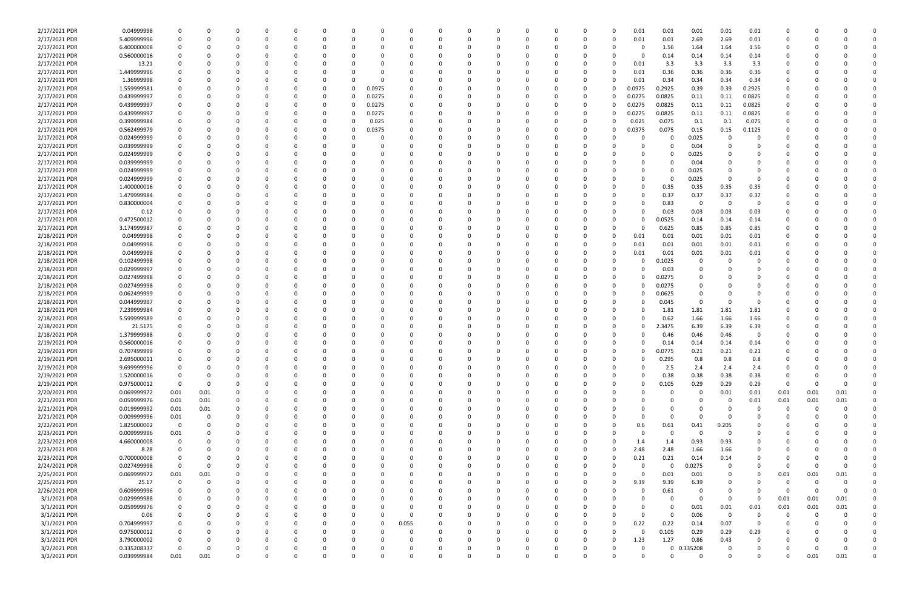| | | | | | | | | | | | | | | | | | | | | | | | | | | |
|---|---|---|---|---|---|---|---|---|---|---|---|---|---|---|---|---|---|---|---|---|---|---|---|---|---|---|
| 2/17/2021 PDR | 0.04999998 | 0 | 0 | 0 | 0 | 0 | 0 | 0 | 0 | 0 | 0 | 0 | 0 | 0 | 0 | 0 | 0 | 0.01 | 0.01 | 0.01 | 0.01 | 0.01 | 0 | 0 | 0 | 0 |
| 2/17/2021 PDR | 5.409999996 | 0 | 0 | 0 | 0 | 0 | 0 | 0 | 0 | 0 | 0 | 0 | 0 | 0 | 0 | 0 | 0 | 0.01 | 0.01 | 2.69 | 2.69 | 0.01 | 0 | 0 | 0 | 0 |
| 2/17/2021 PDR | 6.400000008 | 0 | 0 | 0 | 0 | 0 | 0 | 0 | 0 | 0 | 0 | 0 | 0 | 0 | 0 | 0 | 0 | 0 | 1.56 | 1.64 | 1.64 | 1.56 | 0 | 0 | 0 | 0 |
| 2/17/2021 PDR | 0.560000016 | 0 | 0 | 0 | 0 | 0 | 0 | 0 | 0 | 0 | 0 | 0 | 0 | 0 | 0 | 0 | 0 | 0 | 0.14 | 0.14 | 0.14 | 0.14 | 0 | 0 | 0 | 0 |
| 2/17/2021 PDR | 13.21 | 0 | 0 | 0 | 0 | 0 | 0 | 0 | 0 | 0 | 0 | 0 | 0 | 0 | 0 | 0 | 0 | 0.01 | 3.3 | 3.3 | 3.3 | 3.3 | 0 | 0 | 0 | 0 |
| 2/17/2021 PDR | 1.449999996 | 0 | 0 | 0 | 0 | 0 | 0 | 0 | 0 | 0 | 0 | 0 | 0 | 0 | 0 | 0 | 0 | 0.01 | 0.36 | 0.36 | 0.36 | 0.36 | 0 | 0 | 0 | 0 |
| 2/17/2021 PDR | 1.36999998 | 0 | 0 | 0 | 0 | 0 | 0 | 0 | 0 | 0 | 0 | 0 | 0 | 0 | 0 | 0 | 0 | 0.01 | 0.34 | 0.34 | 0.34 | 0.34 | 0 | 0 | 0 | 0 |
| 2/17/2021 PDR | 1.559999981 | 0 | 0 | 0 | 0 | 0 | 0 | 0 | 0.0975 | 0 | 0 | 0 | 0 | 0 | 0 | 0 | 0 | 0.0975 | 0.2925 | 0.39 | 0.39 | 0.2925 | 0 | 0 | 0 | 0 |
| 2/17/2021 PDR | 0.439999997 | 0 | 0 | 0 | 0 | 0 | 0 | 0 | 0.0275 | 0 | 0 | 0 | 0 | 0 | 0 | 0 | 0 | 0.0275 | 0.0825 | 0.11 | 0.11 | 0.0825 | 0 | 0 | 0 | 0 |
| 2/17/2021 PDR | 0.439999997 | 0 | 0 | 0 | 0 | 0 | 0 | 0 | 0.0275 | 0 | 0 | 0 | 0 | 0 | 0 | 0 | 0 | 0.0275 | 0.0825 | 0.11 | 0.11 | 0.0825 | 0 | 0 | 0 | 0 |
| 2/17/2021 PDR | 0.439999997 | 0 | 0 | 0 | 0 | 0 | 0 | 0 | 0.0275 | 0 | 0 | 0 | 0 | 0 | 0 | 0 | 0 | 0.0275 | 0.0825 | 0.11 | 0.11 | 0.0825 | 0 | 0 | 0 | 0 |
| 2/17/2021 PDR | 0.399999984 | 0 | 0 | 0 | 0 | 0 | 0 | 0 | 0.025 | 0 | 0 | 0 | 0 | 0 | 0 | 0 | 0 | 0.025 | 0.075 | 0.1 | 0.1 | 0.075 | 0 | 0 | 0 | 0 |
| 2/17/2021 PDR | 0.562499979 | 0 | 0 | 0 | 0 | 0 | 0 | 0 | 0.0375 | 0 | 0 | 0 | 0 | 0 | 0 | 0 | 0 | 0.0375 | 0.075 | 0.15 | 0.15 | 0.1125 | 0 | 0 | 0 | 0 |
| 2/17/2021 PDR | 0.024999999 | 0 | 0 | 0 | 0 | 0 | 0 | 0 | 0 | 0 | 0 | 0 | 0 | 0 | 0 | 0 | 0 | 0 | 0 | 0.025 | 0 | 0 | 0 | 0 | 0 | 0 |
| 2/17/2021 PDR | 0.039999999 | 0 | 0 | 0 | 0 | 0 | 0 | 0 | 0 | 0 | 0 | 0 | 0 | 0 | 0 | 0 | 0 | 0 | 0 | 0.04 | 0 | 0 | 0 | 0 | 0 | 0 |
| 2/17/2021 PDR | 0.024999999 | 0 | 0 | 0 | 0 | 0 | 0 | 0 | 0 | 0 | 0 | 0 | 0 | 0 | 0 | 0 | 0 | 0 | 0 | 0.025 | 0 | 0 | 0 | 0 | 0 | 0 |
| 2/17/2021 PDR | 0.039999999 | 0 | 0 | 0 | 0 | 0 | 0 | 0 | 0 | 0 | 0 | 0 | 0 | 0 | 0 | 0 | 0 | 0 | 0 | 0.04 | 0 | 0 | 0 | 0 | 0 | 0 |
| 2/17/2021 PDR | 0.024999999 | 0 | 0 | 0 | 0 | 0 | 0 | 0 | 0 | 0 | 0 | 0 | 0 | 0 | 0 | 0 | 0 | 0 | 0 | 0.025 | 0 | 0 | 0 | 0 | 0 | 0 |
| 2/17/2021 PDR | 0.024999999 | 0 | 0 | 0 | 0 | 0 | 0 | 0 | 0 | 0 | 0 | 0 | 0 | 0 | 0 | 0 | 0 | 0 | 0 | 0.025 | 0 | 0 | 0 | 0 | 0 | 0 |
| 2/17/2021 PDR | 1.400000016 | 0 | 0 | 0 | 0 | 0 | 0 | 0 | 0 | 0 | 0 | 0 | 0 | 0 | 0 | 0 | 0 | 0 | 0.35 | 0.35 | 0.35 | 0.35 | 0 | 0 | 0 | 0 |
| 2/17/2021 PDR | 1.479999984 | 0 | 0 | 0 | 0 | 0 | 0 | 0 | 0 | 0 | 0 | 0 | 0 | 0 | 0 | 0 | 0 | 0 | 0.37 | 0.37 | 0.37 | 0.37 | 0 | 0 | 0 | 0 |
| 2/17/2021 PDR | 0.830000004 | 0 | 0 | 0 | 0 | 0 | 0 | 0 | 0 | 0 | 0 | 0 | 0 | 0 | 0 | 0 | 0 | 0 | 0.83 | 0 | 0 | 0 | 0 | 0 | 0 | 0 |
| 2/17/2021 PDR | 0.12 | 0 | 0 | 0 | 0 | 0 | 0 | 0 | 0 | 0 | 0 | 0 | 0 | 0 | 0 | 0 | 0 | 0 | 0.03 | 0.03 | 0.03 | 0.03 | 0 | 0 | 0 | 0 |
| 2/17/2021 PDR | 0.472500012 | 0 | 0 | 0 | 0 | 0 | 0 | 0 | 0 | 0 | 0 | 0 | 0 | 0 | 0 | 0 | 0 | 0 | 0.0525 | 0.14 | 0.14 | 0.14 | 0 | 0 | 0 | 0 |
| 2/17/2021 PDR | 3.174999987 | 0 | 0 | 0 | 0 | 0 | 0 | 0 | 0 | 0 | 0 | 0 | 0 | 0 | 0 | 0 | 0 | 0 | 0.625 | 0.85 | 0.85 | 0.85 | 0 | 0 | 0 | 0 |
| 2/18/2021 PDR | 0.04999998 | 0 | 0 | 0 | 0 | 0 | 0 | 0 | 0 | 0 | 0 | 0 | 0 | 0 | 0 | 0 | 0 | 0.01 | 0.01 | 0.01 | 0.01 | 0.01 | 0 | 0 | 0 | 0 |
| 2/18/2021 PDR | 0.04999998 | 0 | 0 | 0 | 0 | 0 | 0 | 0 | 0 | 0 | 0 | 0 | 0 | 0 | 0 | 0 | 0 | 0.01 | 0.01 | 0.01 | 0.01 | 0.01 | 0 | 0 | 0 | 0 |
| 2/18/2021 PDR | 0.04999998 | 0 | 0 | 0 | 0 | 0 | 0 | 0 | 0 | 0 | 0 | 0 | 0 | 0 | 0 | 0 | 0 | 0.01 | 0.01 | 0.01 | 0.01 | 0.01 | 0 | 0 | 0 | 0 |
| 2/18/2021 PDR | 0.102499998 | 0 | 0 | 0 | 0 | 0 | 0 | 0 | 0 | 0 | 0 | 0 | 0 | 0 | 0 | 0 | 0 | 0 | 0.1025 | 0 | 0 | 0 | 0 | 0 | 0 | 0 |
| 2/18/2021 PDR | 0.029999997 | 0 | 0 | 0 | 0 | 0 | 0 | 0 | 0 | 0 | 0 | 0 | 0 | 0 | 0 | 0 | 0 | 0 | 0.03 | 0 | 0 | 0 | 0 | 0 | 0 | 0 |
| 2/18/2021 PDR | 0.027499998 | 0 | 0 | 0 | 0 | 0 | 0 | 0 | 0 | 0 | 0 | 0 | 0 | 0 | 0 | 0 | 0 | 0 | 0.0275 | 0 | 0 | 0 | 0 | 0 | 0 | 0 |
| 2/18/2021 PDR | 0.027499998 | 0 | 0 | 0 | 0 | 0 | 0 | 0 | 0 | 0 | 0 | 0 | 0 | 0 | 0 | 0 | 0 | 0 | 0.0275 | 0 | 0 | 0 | 0 | 0 | 0 | 0 |
| 2/18/2021 PDR | 0.062499999 | 0 | 0 | 0 | 0 | 0 | 0 | 0 | 0 | 0 | 0 | 0 | 0 | 0 | 0 | 0 | 0 | 0 | 0.0625 | 0 | 0 | 0 | 0 | 0 | 0 | 0 |
| 2/18/2021 PDR | 0.044999997 | 0 | 0 | 0 | 0 | 0 | 0 | 0 | 0 | 0 | 0 | 0 | 0 | 0 | 0 | 0 | 0 | 0 | 0.045 | 0 | 0 | 0 | 0 | 0 | 0 | 0 |
| 2/18/2021 PDR | 7.239999984 | 0 | 0 | 0 | 0 | 0 | 0 | 0 | 0 | 0 | 0 | 0 | 0 | 0 | 0 | 0 | 0 | 0 | 1.81 | 1.81 | 1.81 | 1.81 | 0 | 0 | 0 | 0 |
| 2/18/2021 PDR | 5.599999989 | 0 | 0 | 0 | 0 | 0 | 0 | 0 | 0 | 0 | 0 | 0 | 0 | 0 | 0 | 0 | 0 | 0 | 0.62 | 1.66 | 1.66 | 1.66 | 0 | 0 | 0 | 0 |
| 2/18/2021 PDR | 21.5175 | 0 | 0 | 0 | 0 | 0 | 0 | 0 | 0 | 0 | 0 | 0 | 0 | 0 | 0 | 0 | 0 | 0 | 2.3475 | 6.39 | 6.39 | 6.39 | 0 | 0 | 0 | 0 |
| 2/18/2021 PDR | 1.379999988 | 0 | 0 | 0 | 0 | 0 | 0 | 0 | 0 | 0 | 0 | 0 | 0 | 0 | 0 | 0 | 0 | 0 | 0.46 | 0.46 | 0.46 | 0 | 0 | 0 | 0 | 0 |
| 2/19/2021 PDR | 0.560000016 | 0 | 0 | 0 | 0 | 0 | 0 | 0 | 0 | 0 | 0 | 0 | 0 | 0 | 0 | 0 | 0 | 0 | 0.14 | 0.14 | 0.14 | 0.14 | 0 | 0 | 0 | 0 |
| 2/19/2021 PDR | 0.707499999 | 0 | 0 | 0 | 0 | 0 | 0 | 0 | 0 | 0 | 0 | 0 | 0 | 0 | 0 | 0 | 0 | 0 | 0.0775 | 0.21 | 0.21 | 0.21 | 0 | 0 | 0 | 0 |
| 2/19/2021 PDR | 2.695000011 | 0 | 0 | 0 | 0 | 0 | 0 | 0 | 0 | 0 | 0 | 0 | 0 | 0 | 0 | 0 | 0 | 0 | 0.295 | 0.8 | 0.8 | 0.8 | 0 | 0 | 0 | 0 |
| 2/19/2021 PDR | 9.699999996 | 0 | 0 | 0 | 0 | 0 | 0 | 0 | 0 | 0 | 0 | 0 | 0 | 0 | 0 | 0 | 0 | 0 | 2.5 | 2.4 | 2.4 | 2.4 | 0 | 0 | 0 | 0 |
| 2/19/2021 PDR | 1.520000016 | 0 | 0 | 0 | 0 | 0 | 0 | 0 | 0 | 0 | 0 | 0 | 0 | 0 | 0 | 0 | 0 | 0 | 0.38 | 0.38 | 0.38 | 0.38 | 0 | 0 | 0 | 0 |
| 2/19/2021 PDR | 0.975000012 | 0 | 0 | 0 | 0 | 0 | 0 | 0 | 0 | 0 | 0 | 0 | 0 | 0 | 0 | 0 | 0 | 0 | 0.105 | 0.29 | 0.29 | 0.29 | 0 | 0 | 0 | 0 |
| 2/20/2021 PDR | 0.069999972 | 0.01 | 0.01 | 0 | 0 | 0 | 0 | 0 | 0 | 0 | 0 | 0 | 0 | 0 | 0 | 0 | 0 | 0 | 0 | 0 | 0.01 | 0.01 | 0.01 | 0.01 | 0.01 | 0 |
| 2/21/2021 PDR | 0.059999976 | 0.01 | 0.01 | 0 | 0 | 0 | 0 | 0 | 0 | 0 | 0 | 0 | 0 | 0 | 0 | 0 | 0 | 0 | 0 | 0 | 0 | 0.01 | 0.01 | 0.01 | 0.01 | 0 |
| 2/21/2021 PDR | 0.019999992 | 0.01 | 0.01 | 0 | 0 | 0 | 0 | 0 | 0 | 0 | 0 | 0 | 0 | 0 | 0 | 0 | 0 | 0 | 0 | 0 | 0 | 0 | 0 | 0 | 0 | 0 |
| 2/21/2021 PDR | 0.009999996 | 0.01 | 0 | 0 | 0 | 0 | 0 | 0 | 0 | 0 | 0 | 0 | 0 | 0 | 0 | 0 | 0 | 0 | 0 | 0 | 0 | 0 | 0 | 0 | 0 | 0 |
| 2/22/2021 PDR | 1.825000002 | 0 | 0 | 0 | 0 | 0 | 0 | 0 | 0 | 0 | 0 | 0 | 0 | 0 | 0 | 0 | 0 | 0.6 | 0.61 | 0.41 | 0.205 | 0 | 0 | 0 | 0 | 0 |
| 2/23/2021 PDR | 0.009999996 | 0.01 | 0 | 0 | 0 | 0 | 0 | 0 | 0 | 0 | 0 | 0 | 0 | 0 | 0 | 0 | 0 | 0 | 0 | 0 | 0 | 0 | 0 | 0 | 0 | 0 |
| 2/23/2021 PDR | 4.660000008 | 0 | 0 | 0 | 0 | 0 | 0 | 0 | 0 | 0 | 0 | 0 | 0 | 0 | 0 | 0 | 0 | 1.4 | 1.4 | 0.93 | 0.93 | 0 | 0 | 0 | 0 | 0 |
| 2/23/2021 PDR | 8.28 | 0 | 0 | 0 | 0 | 0 | 0 | 0 | 0 | 0 | 0 | 0 | 0 | 0 | 0 | 0 | 0 | 2.48 | 2.48 | 1.66 | 1.66 | 0 | 0 | 0 | 0 | 0 |
| 2/23/2021 PDR | 0.700000008 | 0 | 0 | 0 | 0 | 0 | 0 | 0 | 0 | 0 | 0 | 0 | 0 | 0 | 0 | 0 | 0 | 0.21 | 0.21 | 0.14 | 0.14 | 0 | 0 | 0 | 0 | 0 |
| 2/24/2021 PDR | 0.027499998 | 0 | 0 | 0 | 0 | 0 | 0 | 0 | 0 | 0 | 0 | 0 | 0 | 0 | 0 | 0 | 0 | 0 | 0 | 0.0275 | 0 | 0 | 0 | 0 | 0 | 0 |
| 2/25/2021 PDR | 0.069999972 | 0.01 | 0.01 | 0 | 0 | 0 | 0 | 0 | 0 | 0 | 0 | 0 | 0 | 0 | 0 | 0 | 0 | 0 | 0.01 | 0.01 | 0 | 0 | 0.01 | 0.01 | 0.01 | 0 |
| 2/25/2021 PDR | 25.17 | 0 | 0 | 0 | 0 | 0 | 0 | 0 | 0 | 0 | 0 | 0 | 0 | 0 | 0 | 0 | 0 | 9.39 | 9.39 | 6.39 | 0 | 0 | 0 | 0 | 0 | 0 |
| 2/26/2021 PDR | 0.609999996 | 0 | 0 | 0 | 0 | 0 | 0 | 0 | 0 | 0 | 0 | 0 | 0 | 0 | 0 | 0 | 0 | 0 | 0.61 | 0 | 0 | 0 | 0 | 0 | 0 | 0 |
| 3/1/2021 PDR | 0.029999988 | 0 | 0 | 0 | 0 | 0 | 0 | 0 | 0 | 0 | 0 | 0 | 0 | 0 | 0 | 0 | 0 | 0 | 0 | 0 | 0 | 0 | 0.01 | 0.01 | 0.01 | 0 |
| 3/1/2021 PDR | 0.059999976 | 0 | 0 | 0 | 0 | 0 | 0 | 0 | 0 | 0 | 0 | 0 | 0 | 0 | 0 | 0 | 0 | 0 | 0 | 0.01 | 0.01 | 0.01 | 0.01 | 0.01 | 0.01 | 0 |
| 3/1/2021 PDR | 0.06 | 0 | 0 | 0 | 0 | 0 | 0 | 0 | 0 | 0 | 0 | 0 | 0 | 0 | 0 | 0 | 0 | 0 | 0 | 0.06 | 0 | 0 | 0 | 0 | 0 | 0 |
| 3/1/2021 PDR | 0.704999997 | 0 | 0 | 0 | 0 | 0 | 0 | 0 | 0 | 0.055 | 0 | 0 | 0 | 0 | 0 | 0 | 0 | 0.22 | 0.22 | 0.14 | 0.07 | 0 | 0 | 0 | 0 | 0 |
| 3/1/2021 PDR | 0.975000012 | 0 | 0 | 0 | 0 | 0 | 0 | 0 | 0 | 0 | 0 | 0 | 0 | 0 | 0 | 0 | 0 | 0 | 0.105 | 0.29 | 0.29 | 0.29 | 0 | 0 | 0 | 0 |
| 3/1/2021 PDR | 3.790000002 | 0 | 0 | 0 | 0 | 0 | 0 | 0 | 0 | 0 | 0 | 0 | 0 | 0 | 0 | 0 | 0 | 1.23 | 1.27 | 0.86 | 0.43 | 0 | 0 | 0 | 0 | 0 |
| 3/2/2021 PDR | 0.335208337 | 0 | 0 | 0 | 0 | 0 | 0 | 0 | 0 | 0 | 0 | 0 | 0 | 0 | 0 | 0 | 0 | 0 | 0 | 0.335208 | 0 | 0 | 0 | 0 | 0 | 0 |
| 3/2/2021 PDR | 0.039999984 | 0.01 | 0.01 | 0 | 0 | 0 | 0 | 0 | 0 | 0 | 0 | 0 | 0 | 0 | 0 | 0 | 0 | 0 | 0 | 0 | 0 | 0 | 0 | 0.01 | 0.01 | 0 |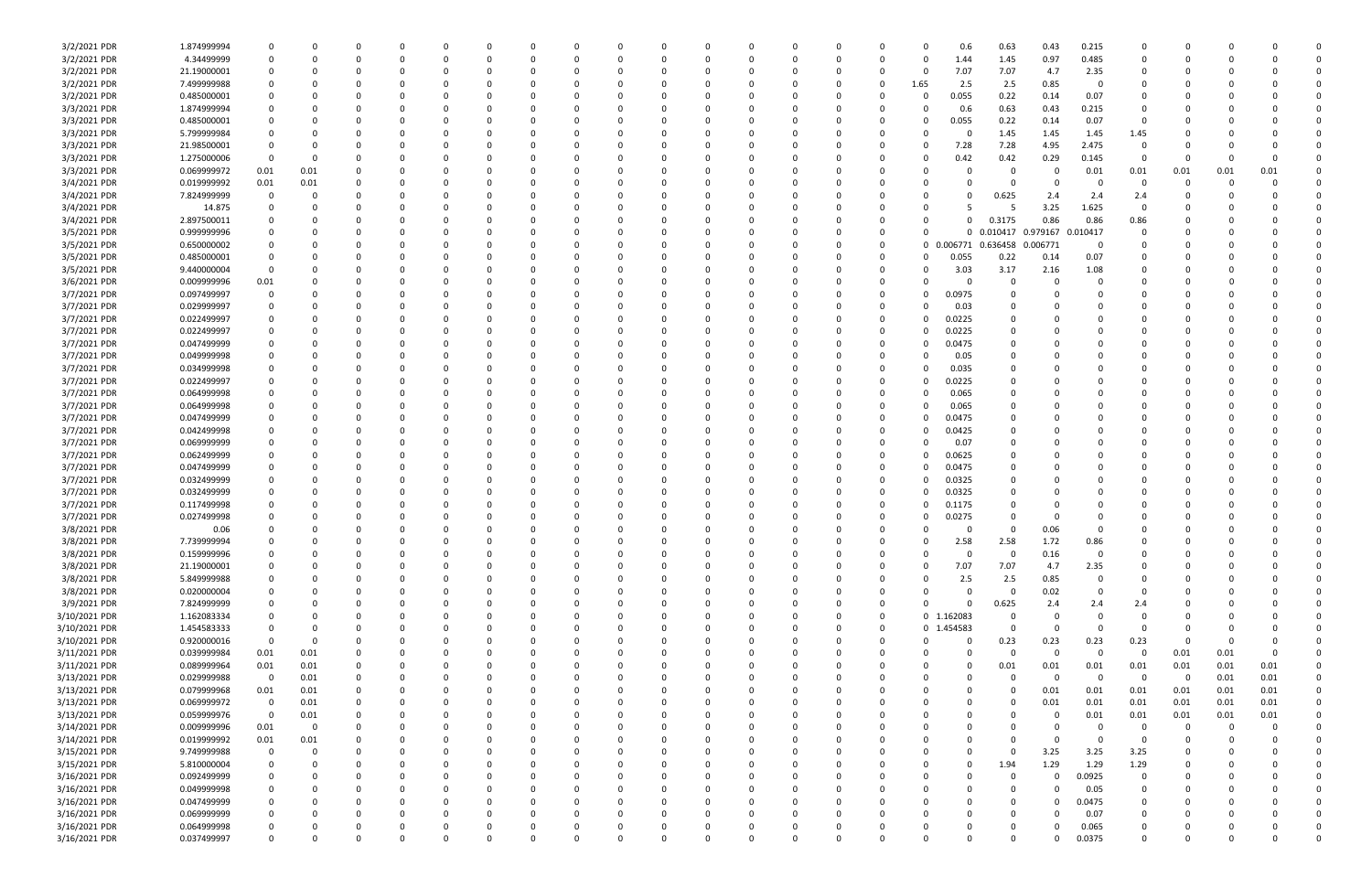| | | | | | | | | | | | | | | | | | | | | | | | | | | | |
|---|---|---|---|---|---|---|---|---|---|---|---|---|---|---|---|---|---|---|---|---|---|---|---|---|---|---|---|
| 3/2/2021 PDR | 1.874999994 | 0 | 0 | 0 | 0 | 0 | 0 | 0 | 0 | 0 | 0 | 0 | 0 | 0 | 0 | 0 | 0 | 0 | 0.6 | 0.63 | 0.43 | 0.215 | 0 | 0 | 0 | 0 | 0 |
| 3/2/2021 PDR | 4.34499999 | 0 | 0 | 0 | 0 | 0 | 0 | 0 | 0 | 0 | 0 | 0 | 0 | 0 | 0 | 0 | 0 | 0 | 1.44 | 1.45 | 0.97 | 0.485 | 0 | 0 | 0 | 0 | 0 |
| 3/2/2021 PDR | 21.19000001 | 0 | 0 | 0 | 0 | 0 | 0 | 0 | 0 | 0 | 0 | 0 | 0 | 0 | 0 | 0 | 0 | 0 | 7.07 | 7.07 | 4.7 | 2.35 | 0 | 0 | 0 | 0 | 0 |
| 3/2/2021 PDR | 7.499999988 | 0 | 0 | 0 | 0 | 0 | 0 | 0 | 0 | 0 | 0 | 0 | 0 | 0 | 0 | 0 | 0 | 1.65 | 2.5 | 2.5 | 0.85 | 0 | 0 | 0 | 0 | 0 | 0 |
| 3/2/2021 PDR | 0.485000001 | 0 | 0 | 0 | 0 | 0 | 0 | 0 | 0 | 0 | 0 | 0 | 0 | 0 | 0 | 0 | 0 | 0 | 0.055 | 0.22 | 0.14 | 0.07 | 0 | 0 | 0 | 0 | 0 |
| 3/3/2021 PDR | 1.874999994 | 0 | 0 | 0 | 0 | 0 | 0 | 0 | 0 | 0 | 0 | 0 | 0 | 0 | 0 | 0 | 0 | 0 | 0.6 | 0.63 | 0.43 | 0.215 | 0 | 0 | 0 | 0 | 0 |
| 3/3/2021 PDR | 0.485000001 | 0 | 0 | 0 | 0 | 0 | 0 | 0 | 0 | 0 | 0 | 0 | 0 | 0 | 0 | 0 | 0 | 0 | 0.055 | 0.22 | 0.14 | 0.07 | 0 | 0 | 0 | 0 | 0 |
| 3/3/2021 PDR | 5.799999984 | 0 | 0 | 0 | 0 | 0 | 0 | 0 | 0 | 0 | 0 | 0 | 0 | 0 | 0 | 0 | 0 | 0 | 0 | 1.45 | 1.45 | 1.45 | 1.45 | 0 | 0 | 0 | 0 |
| 3/3/2021 PDR | 21.98500001 | 0 | 0 | 0 | 0 | 0 | 0 | 0 | 0 | 0 | 0 | 0 | 0 | 0 | 0 | 0 | 0 | 0 | 7.28 | 7.28 | 4.95 | 2.475 | 0 | 0 | 0 | 0 | 0 |
| 3/3/2021 PDR | 1.275000006 | 0 | 0 | 0 | 0 | 0 | 0 | 0 | 0 | 0 | 0 | 0 | 0 | 0 | 0 | 0 | 0 | 0 | 0.42 | 0.42 | 0.29 | 0.145 | 0 | 0 | 0 | 0 | 0 |
| 3/3/2021 PDR | 0.069999972 | 0.01 | 0.01 | 0 | 0 | 0 | 0 | 0 | 0 | 0 | 0 | 0 | 0 | 0 | 0 | 0 | 0 | 0 | 0 | 0 | 0 | 0.01 | 0.01 | 0.01 | 0.01 | 0.01 | 0 |
| 3/4/2021 PDR | 0.019999992 | 0.01 | 0.01 | 0 | 0 | 0 | 0 | 0 | 0 | 0 | 0 | 0 | 0 | 0 | 0 | 0 | 0 | 0 | 0 | 0 | 0 | 0 | 0 | 0 | 0 | 0 | 0 |
| 3/4/2021 PDR | 7.824999999 | 0 | 0 | 0 | 0 | 0 | 0 | 0 | 0 | 0 | 0 | 0 | 0 | 0 | 0 | 0 | 0 | 0 | 0 | 0.625 | 2.4 | 2.4 | 2.4 | 0 | 0 | 0 | 0 |
| 3/4/2021 PDR | 14.875 | 0 | 0 | 0 | 0 | 0 | 0 | 0 | 0 | 0 | 0 | 0 | 0 | 0 | 0 | 0 | 0 | 0 | 5 | 5 | 3.25 | 1.625 | 0 | 0 | 0 | 0 | 0 |
| 3/4/2021 PDR | 2.897500011 | 0 | 0 | 0 | 0 | 0 | 0 | 0 | 0 | 0 | 0 | 0 | 0 | 0 | 0 | 0 | 0 | 0 | 0 | 0.3175 | 0.86 | 0.86 | 0.86 | 0 | 0 | 0 | 0 |
| 3/5/2021 PDR | 0.999999996 | 0 | 0 | 0 | 0 | 0 | 0 | 0 | 0 | 0 | 0 | 0 | 0 | 0 | 0 | 0 | 0 | 0 | 0 | 0.010417 | 0.979167 | 0.010417 | 0 | 0 | 0 | 0 | 0 |
| 3/5/2021 PDR | 0.650000002 | 0 | 0 | 0 | 0 | 0 | 0 | 0 | 0 | 0 | 0 | 0 | 0 | 0 | 0 | 0 | 0 | 0 | 0.006771 | 0.636458 | 0.006771 | 0 | 0 | 0 | 0 | 0 | 0 |
| 3/5/2021 PDR | 0.485000001 | 0 | 0 | 0 | 0 | 0 | 0 | 0 | 0 | 0 | 0 | 0 | 0 | 0 | 0 | 0 | 0 | 0 | 0.055 | 0.22 | 0.14 | 0.07 | 0 | 0 | 0 | 0 | 0 |
| 3/5/2021 PDR | 9.440000004 | 0 | 0 | 0 | 0 | 0 | 0 | 0 | 0 | 0 | 0 | 0 | 0 | 0 | 0 | 0 | 0 | 0 | 3.03 | 3.17 | 2.16 | 1.08 | 0 | 0 | 0 | 0 | 0 |
| 3/6/2021 PDR | 0.009999996 | 0.01 | 0 | 0 | 0 | 0 | 0 | 0 | 0 | 0 | 0 | 0 | 0 | 0 | 0 | 0 | 0 | 0 | 0 | 0 | 0 | 0 | 0 | 0 | 0 | 0 | 0 |
| 3/7/2021 PDR | 0.097499997 | 0 | 0 | 0 | 0 | 0 | 0 | 0 | 0 | 0 | 0 | 0 | 0 | 0 | 0 | 0 | 0 | 0 | 0.0975 | 0 | 0 | 0 | 0 | 0 | 0 | 0 | 0 |
| 3/7/2021 PDR | 0.029999997 | 0 | 0 | 0 | 0 | 0 | 0 | 0 | 0 | 0 | 0 | 0 | 0 | 0 | 0 | 0 | 0 | 0 | 0.03 | 0 | 0 | 0 | 0 | 0 | 0 | 0 | 0 |
| 3/7/2021 PDR | 0.022499997 | 0 | 0 | 0 | 0 | 0 | 0 | 0 | 0 | 0 | 0 | 0 | 0 | 0 | 0 | 0 | 0 | 0 | 0.0225 | 0 | 0 | 0 | 0 | 0 | 0 | 0 | 0 |
| 3/7/2021 PDR | 0.022499997 | 0 | 0 | 0 | 0 | 0 | 0 | 0 | 0 | 0 | 0 | 0 | 0 | 0 | 0 | 0 | 0 | 0 | 0.0225 | 0 | 0 | 0 | 0 | 0 | 0 | 0 | 0 |
| 3/7/2021 PDR | 0.047499999 | 0 | 0 | 0 | 0 | 0 | 0 | 0 | 0 | 0 | 0 | 0 | 0 | 0 | 0 | 0 | 0 | 0 | 0.0475 | 0 | 0 | 0 | 0 | 0 | 0 | 0 | 0 |
| 3/7/2021 PDR | 0.049999998 | 0 | 0 | 0 | 0 | 0 | 0 | 0 | 0 | 0 | 0 | 0 | 0 | 0 | 0 | 0 | 0 | 0 | 0.05 | 0 | 0 | 0 | 0 | 0 | 0 | 0 | 0 |
| 3/7/2021 PDR | 0.034999998 | 0 | 0 | 0 | 0 | 0 | 0 | 0 | 0 | 0 | 0 | 0 | 0 | 0 | 0 | 0 | 0 | 0 | 0.035 | 0 | 0 | 0 | 0 | 0 | 0 | 0 | 0 |
| 3/7/2021 PDR | 0.022499997 | 0 | 0 | 0 | 0 | 0 | 0 | 0 | 0 | 0 | 0 | 0 | 0 | 0 | 0 | 0 | 0 | 0 | 0.0225 | 0 | 0 | 0 | 0 | 0 | 0 | 0 | 0 |
| 3/7/2021 PDR | 0.064999998 | 0 | 0 | 0 | 0 | 0 | 0 | 0 | 0 | 0 | 0 | 0 | 0 | 0 | 0 | 0 | 0 | 0 | 0.065 | 0 | 0 | 0 | 0 | 0 | 0 | 0 | 0 |
| 3/7/2021 PDR | 0.064999998 | 0 | 0 | 0 | 0 | 0 | 0 | 0 | 0 | 0 | 0 | 0 | 0 | 0 | 0 | 0 | 0 | 0 | 0.065 | 0 | 0 | 0 | 0 | 0 | 0 | 0 | 0 |
| 3/7/2021 PDR | 0.047499999 | 0 | 0 | 0 | 0 | 0 | 0 | 0 | 0 | 0 | 0 | 0 | 0 | 0 | 0 | 0 | 0 | 0 | 0.0475 | 0 | 0 | 0 | 0 | 0 | 0 | 0 | 0 |
| 3/7/2021 PDR | 0.042499998 | 0 | 0 | 0 | 0 | 0 | 0 | 0 | 0 | 0 | 0 | 0 | 0 | 0 | 0 | 0 | 0 | 0 | 0.0425 | 0 | 0 | 0 | 0 | 0 | 0 | 0 | 0 |
| 3/7/2021 PDR | 0.069999999 | 0 | 0 | 0 | 0 | 0 | 0 | 0 | 0 | 0 | 0 | 0 | 0 | 0 | 0 | 0 | 0 | 0 | 0.07 | 0 | 0 | 0 | 0 | 0 | 0 | 0 | 0 |
| 3/7/2021 PDR | 0.062499999 | 0 | 0 | 0 | 0 | 0 | 0 | 0 | 0 | 0 | 0 | 0 | 0 | 0 | 0 | 0 | 0 | 0 | 0.0625 | 0 | 0 | 0 | 0 | 0 | 0 | 0 | 0 |
| 3/7/2021 PDR | 0.047499999 | 0 | 0 | 0 | 0 | 0 | 0 | 0 | 0 | 0 | 0 | 0 | 0 | 0 | 0 | 0 | 0 | 0 | 0.0475 | 0 | 0 | 0 | 0 | 0 | 0 | 0 | 0 |
| 3/7/2021 PDR | 0.032499999 | 0 | 0 | 0 | 0 | 0 | 0 | 0 | 0 | 0 | 0 | 0 | 0 | 0 | 0 | 0 | 0 | 0 | 0.0325 | 0 | 0 | 0 | 0 | 0 | 0 | 0 | 0 |
| 3/7/2021 PDR | 0.032499999 | 0 | 0 | 0 | 0 | 0 | 0 | 0 | 0 | 0 | 0 | 0 | 0 | 0 | 0 | 0 | 0 | 0 | 0.0325 | 0 | 0 | 0 | 0 | 0 | 0 | 0 | 0 |
| 3/7/2021 PDR | 0.117499998 | 0 | 0 | 0 | 0 | 0 | 0 | 0 | 0 | 0 | 0 | 0 | 0 | 0 | 0 | 0 | 0 | 0 | 0.1175 | 0 | 0 | 0 | 0 | 0 | 0 | 0 | 0 |
| 3/7/2021 PDR | 0.027499998 | 0 | 0 | 0 | 0 | 0 | 0 | 0 | 0 | 0 | 0 | 0 | 0 | 0 | 0 | 0 | 0 | 0 | 0.0275 | 0 | 0 | 0 | 0 | 0 | 0 | 0 | 0 |
| 3/8/2021 PDR | 0.06 | 0 | 0 | 0 | 0 | 0 | 0 | 0 | 0 | 0 | 0 | 0 | 0 | 0 | 0 | 0 | 0 | 0 | 0 | 0 | 0.06 | 0 | 0 | 0 | 0 | 0 | 0 |
| 3/8/2021 PDR | 7.739999994 | 0 | 0 | 0 | 0 | 0 | 0 | 0 | 0 | 0 | 0 | 0 | 0 | 0 | 0 | 0 | 0 | 0 | 2.58 | 2.58 | 1.72 | 0.86 | 0 | 0 | 0 | 0 | 0 |
| 3/8/2021 PDR | 0.159999996 | 0 | 0 | 0 | 0 | 0 | 0 | 0 | 0 | 0 | 0 | 0 | 0 | 0 | 0 | 0 | 0 | 0 | 0 | 0 | 0.16 | 0 | 0 | 0 | 0 | 0 | 0 |
| 3/8/2021 PDR | 21.19000001 | 0 | 0 | 0 | 0 | 0 | 0 | 0 | 0 | 0 | 0 | 0 | 0 | 0 | 0 | 0 | 0 | 0 | 7.07 | 7.07 | 4.7 | 2.35 | 0 | 0 | 0 | 0 | 0 |
| 3/8/2021 PDR | 5.849999988 | 0 | 0 | 0 | 0 | 0 | 0 | 0 | 0 | 0 | 0 | 0 | 0 | 0 | 0 | 0 | 0 | 0 | 2.5 | 2.5 | 0.85 | 0 | 0 | 0 | 0 | 0 | 0 |
| 3/8/2021 PDR | 0.020000004 | 0 | 0 | 0 | 0 | 0 | 0 | 0 | 0 | 0 | 0 | 0 | 0 | 0 | 0 | 0 | 0 | 0 | 0 | 0 | 0.02 | 0 | 0 | 0 | 0 | 0 | 0 |
| 3/9/2021 PDR | 7.824999999 | 0 | 0 | 0 | 0 | 0 | 0 | 0 | 0 | 0 | 0 | 0 | 0 | 0 | 0 | 0 | 0 | 0 | 0 | 0.625 | 2.4 | 2.4 | 2.4 | 0 | 0 | 0 | 0 |
| 3/10/2021 PDR | 1.162083334 | 0 | 0 | 0 | 0 | 0 | 0 | 0 | 0 | 0 | 0 | 0 | 0 | 0 | 0 | 0 | 0 | 0 | 1.162083 | 0 | 0 | 0 | 0 | 0 | 0 | 0 | 0 |
| 3/10/2021 PDR | 1.454583333 | 0 | 0 | 0 | 0 | 0 | 0 | 0 | 0 | 0 | 0 | 0 | 0 | 0 | 0 | 0 | 0 | 0 | 1.454583 | 0 | 0 | 0 | 0 | 0 | 0 | 0 | 0 |
| 3/10/2021 PDR | 0.920000016 | 0 | 0 | 0 | 0 | 0 | 0 | 0 | 0 | 0 | 0 | 0 | 0 | 0 | 0 | 0 | 0 | 0 | 0 | 0.23 | 0.23 | 0.23 | 0.23 | 0 | 0 | 0 | 0 |
| 3/11/2021 PDR | 0.039999984 | 0.01 | 0.01 | 0 | 0 | 0 | 0 | 0 | 0 | 0 | 0 | 0 | 0 | 0 | 0 | 0 | 0 | 0 | 0 | 0 | 0 | 0 | 0 | 0.01 | 0.01 | 0 | 0 |
| 3/11/2021 PDR | 0.089999964 | 0.01 | 0.01 | 0 | 0 | 0 | 0 | 0 | 0 | 0 | 0 | 0 | 0 | 0 | 0 | 0 | 0 | 0 | 0 | 0.01 | 0.01 | 0.01 | 0.01 | 0.01 | 0.01 | 0.01 | 0 |
| 3/13/2021 PDR | 0.029999988 | 0 | 0.01 | 0 | 0 | 0 | 0 | 0 | 0 | 0 | 0 | 0 | 0 | 0 | 0 | 0 | 0 | 0 | 0 | 0 | 0 | 0 | 0 | 0 | 0.01 | 0.01 | 0 |
| 3/13/2021 PDR | 0.079999968 | 0.01 | 0.01 | 0 | 0 | 0 | 0 | 0 | 0 | 0 | 0 | 0 | 0 | 0 | 0 | 0 | 0 | 0 | 0 | 0 | 0.01 | 0.01 | 0.01 | 0.01 | 0.01 | 0.01 | 0 |
| 3/13/2021 PDR | 0.069999972 | 0 | 0.01 | 0 | 0 | 0 | 0 | 0 | 0 | 0 | 0 | 0 | 0 | 0 | 0 | 0 | 0 | 0 | 0 | 0 | 0.01 | 0.01 | 0.01 | 0.01 | 0.01 | 0.01 | 0 |
| 3/13/2021 PDR | 0.059999976 | 0 | 0.01 | 0 | 0 | 0 | 0 | 0 | 0 | 0 | 0 | 0 | 0 | 0 | 0 | 0 | 0 | 0 | 0 | 0 | 0 | 0.01 | 0.01 | 0.01 | 0.01 | 0.01 | 0 |
| 3/14/2021 PDR | 0.009999996 | 0.01 | 0 | 0 | 0 | 0 | 0 | 0 | 0 | 0 | 0 | 0 | 0 | 0 | 0 | 0 | 0 | 0 | 0 | 0 | 0 | 0 | 0 | 0 | 0 | 0 | 0 |
| 3/14/2021 PDR | 0.019999992 | 0.01 | 0.01 | 0 | 0 | 0 | 0 | 0 | 0 | 0 | 0 | 0 | 0 | 0 | 0 | 0 | 0 | 0 | 0 | 0 | 0 | 0 | 0 | 0 | 0 | 0 | 0 |
| 3/15/2021 PDR | 9.749999988 | 0 | 0 | 0 | 0 | 0 | 0 | 0 | 0 | 0 | 0 | 0 | 0 | 0 | 0 | 0 | 0 | 0 | 0 | 0 | 3.25 | 3.25 | 3.25 | 0 | 0 | 0 | 0 |
| 3/15/2021 PDR | 5.810000004 | 0 | 0 | 0 | 0 | 0 | 0 | 0 | 0 | 0 | 0 | 0 | 0 | 0 | 0 | 0 | 0 | 0 | 0 | 1.94 | 1.29 | 1.29 | 1.29 | 0 | 0 | 0 | 0 |
| 3/16/2021 PDR | 0.092499999 | 0 | 0 | 0 | 0 | 0 | 0 | 0 | 0 | 0 | 0 | 0 | 0 | 0 | 0 | 0 | 0 | 0 | 0 | 0 | 0 | 0.0925 | 0 | 0 | 0 | 0 | 0 |
| 3/16/2021 PDR | 0.049999998 | 0 | 0 | 0 | 0 | 0 | 0 | 0 | 0 | 0 | 0 | 0 | 0 | 0 | 0 | 0 | 0 | 0 | 0 | 0 | 0 | 0.05 | 0 | 0 | 0 | 0 | 0 |
| 3/16/2021 PDR | 0.047499999 | 0 | 0 | 0 | 0 | 0 | 0 | 0 | 0 | 0 | 0 | 0 | 0 | 0 | 0 | 0 | 0 | 0 | 0 | 0 | 0 | 0.0475 | 0 | 0 | 0 | 0 | 0 |
| 3/16/2021 PDR | 0.069999999 | 0 | 0 | 0 | 0 | 0 | 0 | 0 | 0 | 0 | 0 | 0 | 0 | 0 | 0 | 0 | 0 | 0 | 0 | 0 | 0 | 0.07 | 0 | 0 | 0 | 0 | 0 |
| 3/16/2021 PDR | 0.064999998 | 0 | 0 | 0 | 0 | 0 | 0 | 0 | 0 | 0 | 0 | 0 | 0 | 0 | 0 | 0 | 0 | 0 | 0 | 0 | 0 | 0.065 | 0 | 0 | 0 | 0 | 0 |
| 3/16/2021 PDR | 0.037499997 | 0 | 0 | 0 | 0 | 0 | 0 | 0 | 0 | 0 | 0 | 0 | 0 | 0 | 0 | 0 | 0 | 0 | 0 | 0 | 0 | 0.0375 | 0 | 0 | 0 | 0 | 0 |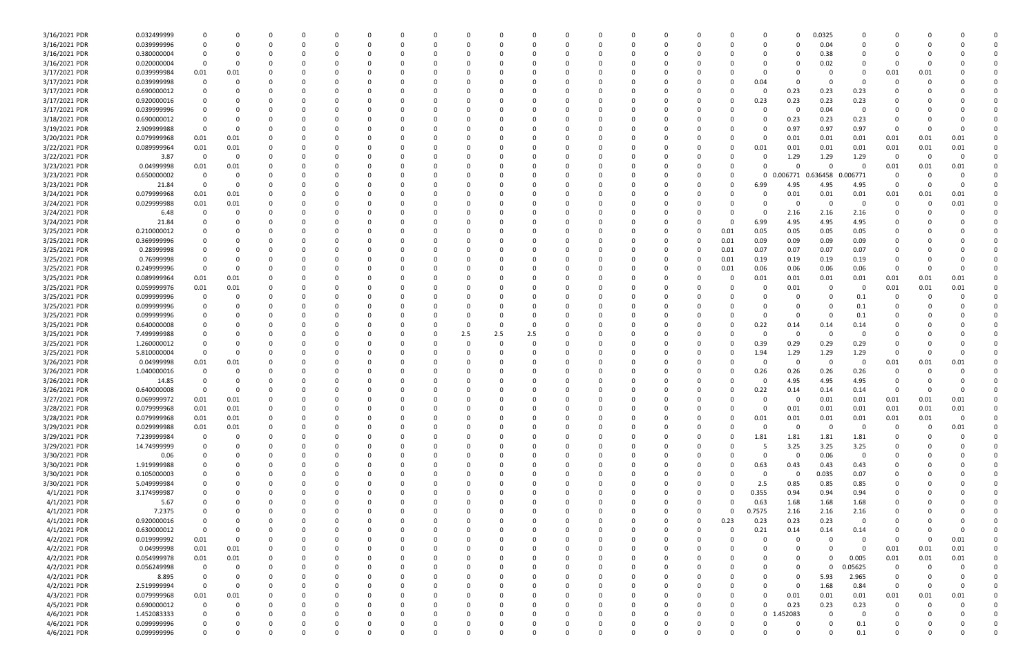| | | | | | | | | | | | | | | | | | | | | | | | | | | |
|---|---|---|---|---|---|---|---|---|---|---|---|---|---|---|---|---|---|---|---|---|---|---|---|---|---|---|
| 3/16/2021 PDR | 0.032499999 | 0 | 0 | 0 | 0 | 0 | 0 | 0 | 0 | 0 | 0 | 0 | 0 | 0 | 0 | 0 | 0 | 0 | 0 | 0 | 0.0325 | 0 | 0 | 0 | 0 | 0 |
| 3/16/2021 PDR | 0.039999996 | 0 | 0 | 0 | 0 | 0 | 0 | 0 | 0 | 0 | 0 | 0 | 0 | 0 | 0 | 0 | 0 | 0 | 0 | 0 | 0.04 | 0 | 0 | 0 | 0 | 0 |
| 3/16/2021 PDR | 0.380000004 | 0 | 0 | 0 | 0 | 0 | 0 | 0 | 0 | 0 | 0 | 0 | 0 | 0 | 0 | 0 | 0 | 0 | 0 | 0 | 0.38 | 0 | 0 | 0 | 0 | 0 |
| 3/16/2021 PDR | 0.020000004 | 0 | 0 | 0 | 0 | 0 | 0 | 0 | 0 | 0 | 0 | 0 | 0 | 0 | 0 | 0 | 0 | 0 | 0 | 0 | 0.02 | 0 | 0 | 0 | 0 | 0 |
| 3/17/2021 PDR | 0.039999984 | 0.01 | 0.01 | 0 | 0 | 0 | 0 | 0 | 0 | 0 | 0 | 0 | 0 | 0 | 0 | 0 | 0 | 0 | 0 | 0 | 0 | 0 | 0.01 | 0.01 | 0 | 0 |
| 3/17/2021 PDR | 0.039999998 | 0 | 0 | 0 | 0 | 0 | 0 | 0 | 0 | 0 | 0 | 0 | 0 | 0 | 0 | 0 | 0 | 0 | 0.04 | 0 | 0 | 0 | 0 | 0 | 0 | 0 |
| 3/17/2021 PDR | 0.690000012 | 0 | 0 | 0 | 0 | 0 | 0 | 0 | 0 | 0 | 0 | 0 | 0 | 0 | 0 | 0 | 0 | 0 | 0 | 0.23 | 0.23 | 0.23 | 0 | 0 | 0 | 0 |
| 3/17/2021 PDR | 0.920000016 | 0 | 0 | 0 | 0 | 0 | 0 | 0 | 0 | 0 | 0 | 0 | 0 | 0 | 0 | 0 | 0 | 0 | 0.23 | 0.23 | 0.23 | 0.23 | 0 | 0 | 0 | 0 |
| 3/17/2021 PDR | 0.039999996 | 0 | 0 | 0 | 0 | 0 | 0 | 0 | 0 | 0 | 0 | 0 | 0 | 0 | 0 | 0 | 0 | 0 | 0 | 0 | 0.04 | 0 | 0 | 0 | 0 | 0 |
| 3/18/2021 PDR | 0.690000012 | 0 | 0 | 0 | 0 | 0 | 0 | 0 | 0 | 0 | 0 | 0 | 0 | 0 | 0 | 0 | 0 | 0 | 0 | 0.23 | 0.23 | 0.23 | 0 | 0 | 0 | 0 |
| 3/19/2021 PDR | 2.909999988 | 0 | 0 | 0 | 0 | 0 | 0 | 0 | 0 | 0 | 0 | 0 | 0 | 0 | 0 | 0 | 0 | 0 | 0 | 0.97 | 0.97 | 0.97 | 0 | 0 | 0 | 0 |
| 3/20/2021 PDR | 0.079999968 | 0.01 | 0.01 | 0 | 0 | 0 | 0 | 0 | 0 | 0 | 0 | 0 | 0 | 0 | 0 | 0 | 0 | 0 | 0 | 0.01 | 0.01 | 0.01 | 0.01 | 0.01 | 0.01 | 0 |
| 3/22/2021 PDR | 0.089999964 | 0.01 | 0.01 | 0 | 0 | 0 | 0 | 0 | 0 | 0 | 0 | 0 | 0 | 0 | 0 | 0 | 0 | 0 | 0.01 | 0.01 | 0.01 | 0.01 | 0.01 | 0.01 | 0.01 | 0 |
| 3/22/2021 PDR | 3.87 | 0 | 0 | 0 | 0 | 0 | 0 | 0 | 0 | 0 | 0 | 0 | 0 | 0 | 0 | 0 | 0 | 0 | 0 | 1.29 | 1.29 | 1.29 | 0 | 0 | 0 | 0 |
| 3/23/2021 PDR | 0.04999998 | 0.01 | 0.01 | 0 | 0 | 0 | 0 | 0 | 0 | 0 | 0 | 0 | 0 | 0 | 0 | 0 | 0 | 0 | 0 | 0 | 0 | 0 | 0.01 | 0.01 | 0.01 | 0 |
| 3/23/2021 PDR | 0.650000002 | 0 | 0 | 0 | 0 | 0 | 0 | 0 | 0 | 0 | 0 | 0 | 0 | 0 | 0 | 0 | 0 | 0 | 0 | 0.006771 | 0.636458 | 0.006771 | 0 | 0 | 0 | 0 |
| 3/23/2021 PDR | 21.84 | 0 | 0 | 0 | 0 | 0 | 0 | 0 | 0 | 0 | 0 | 0 | 0 | 0 | 0 | 0 | 0 | 0 | 6.99 | 4.95 | 4.95 | 4.95 | 0 | 0 | 0 | 0 |
| 3/24/2021 PDR | 0.079999968 | 0.01 | 0.01 | 0 | 0 | 0 | 0 | 0 | 0 | 0 | 0 | 0 | 0 | 0 | 0 | 0 | 0 | 0 | 0 | 0.01 | 0.01 | 0.01 | 0.01 | 0.01 | 0.01 | 0 |
| 3/24/2021 PDR | 0.029999988 | 0.01 | 0.01 | 0 | 0 | 0 | 0 | 0 | 0 | 0 | 0 | 0 | 0 | 0 | 0 | 0 | 0 | 0 | 0 | 0 | 0 | 0 | 0 | 0 | 0.01 | 0 |
| 3/24/2021 PDR | 6.48 | 0 | 0 | 0 | 0 | 0 | 0 | 0 | 0 | 0 | 0 | 0 | 0 | 0 | 0 | 0 | 0 | 0 | 0 | 2.16 | 2.16 | 2.16 | 0 | 0 | 0 | 0 |
| 3/24/2021 PDR | 21.84 | 0 | 0 | 0 | 0 | 0 | 0 | 0 | 0 | 0 | 0 | 0 | 0 | 0 | 0 | 0 | 0 | 0 | 6.99 | 4.95 | 4.95 | 4.95 | 0 | 0 | 0 | 0 |
| 3/25/2021 PDR | 0.210000012 | 0 | 0 | 0 | 0 | 0 | 0 | 0 | 0 | 0 | 0 | 0 | 0 | 0 | 0 | 0 | 0 | 0.01 | 0.05 | 0.05 | 0.05 | 0.05 | 0 | 0 | 0 | 0 |
| 3/25/2021 PDR | 0.369999996 | 0 | 0 | 0 | 0 | 0 | 0 | 0 | 0 | 0 | 0 | 0 | 0 | 0 | 0 | 0 | 0 | 0.01 | 0.09 | 0.09 | 0.09 | 0.09 | 0 | 0 | 0 | 0 |
| 3/25/2021 PDR | 0.28999998 | 0 | 0 | 0 | 0 | 0 | 0 | 0 | 0 | 0 | 0 | 0 | 0 | 0 | 0 | 0 | 0 | 0.01 | 0.07 | 0.07 | 0.07 | 0.07 | 0 | 0 | 0 | 0 |
| 3/25/2021 PDR | 0.76999998 | 0 | 0 | 0 | 0 | 0 | 0 | 0 | 0 | 0 | 0 | 0 | 0 | 0 | 0 | 0 | 0 | 0.01 | 0.19 | 0.19 | 0.19 | 0.19 | 0 | 0 | 0 | 0 |
| 3/25/2021 PDR | 0.249999996 | 0 | 0 | 0 | 0 | 0 | 0 | 0 | 0 | 0 | 0 | 0 | 0 | 0 | 0 | 0 | 0 | 0.01 | 0.06 | 0.06 | 0.06 | 0.06 | 0 | 0 | 0 | 0 |
| 3/25/2021 PDR | 0.089999964 | 0.01 | 0.01 | 0 | 0 | 0 | 0 | 0 | 0 | 0 | 0 | 0 | 0 | 0 | 0 | 0 | 0 | 0 | 0.01 | 0.01 | 0.01 | 0.01 | 0.01 | 0.01 | 0.01 | 0 |
| 3/25/2021 PDR | 0.059999976 | 0.01 | 0.01 | 0 | 0 | 0 | 0 | 0 | 0 | 0 | 0 | 0 | 0 | 0 | 0 | 0 | 0 | 0 | 0 | 0.01 | 0 | 0 | 0.01 | 0.01 | 0.01 | 0 |
| 3/25/2021 PDR | 0.099999996 | 0 | 0 | 0 | 0 | 0 | 0 | 0 | 0 | 0 | 0 | 0 | 0 | 0 | 0 | 0 | 0 | 0 | 0 | 0 | 0 | 0.1 | 0 | 0 | 0 | 0 |
| 3/25/2021 PDR | 0.099999996 | 0 | 0 | 0 | 0 | 0 | 0 | 0 | 0 | 0 | 0 | 0 | 0 | 0 | 0 | 0 | 0 | 0 | 0 | 0 | 0 | 0.1 | 0 | 0 | 0 | 0 |
| 3/25/2021 PDR | 0.099999996 | 0 | 0 | 0 | 0 | 0 | 0 | 0 | 0 | 0 | 0 | 0 | 0 | 0 | 0 | 0 | 0 | 0 | 0 | 0 | 0 | 0.1 | 0 | 0 | 0 | 0 |
| 3/25/2021 PDR | 0.640000008 | 0 | 0 | 0 | 0 | 0 | 0 | 0 | 0 | 0 | 0 | 0 | 0 | 0 | 0 | 0 | 0 | 0 | 0.22 | 0.14 | 0.14 | 0.14 | 0 | 0 | 0 | 0 |
| 3/25/2021 PDR | 7.499999988 | 0 | 0 | 0 | 0 | 0 | 0 | 0 | 0 | 2.5 | 2.5 | 2.5 | 0 | 0 | 0 | 0 | 0 | 0 | 0 | 0 | 0 | 0 | 0 | 0 | 0 | 0 |
| 3/25/2021 PDR | 1.260000012 | 0 | 0 | 0 | 0 | 0 | 0 | 0 | 0 | 0 | 0 | 0 | 0 | 0 | 0 | 0 | 0 | 0 | 0.39 | 0.29 | 0.29 | 0.29 | 0 | 0 | 0 | 0 |
| 3/25/2021 PDR | 5.810000004 | 0 | 0 | 0 | 0 | 0 | 0 | 0 | 0 | 0 | 0 | 0 | 0 | 0 | 0 | 0 | 0 | 0 | 1.94 | 1.29 | 1.29 | 1.29 | 0 | 0 | 0 | 0 |
| 3/26/2021 PDR | 0.04999998 | 0.01 | 0.01 | 0 | 0 | 0 | 0 | 0 | 0 | 0 | 0 | 0 | 0 | 0 | 0 | 0 | 0 | 0 | 0 | 0 | 0 | 0 | 0.01 | 0.01 | 0.01 | 0 |
| 3/26/2021 PDR | 1.040000016 | 0 | 0 | 0 | 0 | 0 | 0 | 0 | 0 | 0 | 0 | 0 | 0 | 0 | 0 | 0 | 0 | 0 | 0.26 | 0.26 | 0.26 | 0.26 | 0 | 0 | 0 | 0 |
| 3/26/2021 PDR | 14.85 | 0 | 0 | 0 | 0 | 0 | 0 | 0 | 0 | 0 | 0 | 0 | 0 | 0 | 0 | 0 | 0 | 0 | 0 | 4.95 | 4.95 | 4.95 | 0 | 0 | 0 | 0 |
| 3/26/2021 PDR | 0.640000008 | 0 | 0 | 0 | 0 | 0 | 0 | 0 | 0 | 0 | 0 | 0 | 0 | 0 | 0 | 0 | 0 | 0 | 0.22 | 0.14 | 0.14 | 0.14 | 0 | 0 | 0 | 0 |
| 3/27/2021 PDR | 0.069999972 | 0.01 | 0.01 | 0 | 0 | 0 | 0 | 0 | 0 | 0 | 0 | 0 | 0 | 0 | 0 | 0 | 0 | 0 | 0 | 0 | 0.01 | 0.01 | 0.01 | 0.01 | 0.01 | 0 |
| 3/28/2021 PDR | 0.079999968 | 0.01 | 0.01 | 0 | 0 | 0 | 0 | 0 | 0 | 0 | 0 | 0 | 0 | 0 | 0 | 0 | 0 | 0 | 0 | 0.01 | 0.01 | 0.01 | 0.01 | 0.01 | 0.01 | 0 |
| 3/28/2021 PDR | 0.079999968 | 0.01 | 0.01 | 0 | 0 | 0 | 0 | 0 | 0 | 0 | 0 | 0 | 0 | 0 | 0 | 0 | 0 | 0 | 0.01 | 0.01 | 0.01 | 0.01 | 0.01 | 0.01 | 0 | 0 |
| 3/29/2021 PDR | 0.029999988 | 0.01 | 0.01 | 0 | 0 | 0 | 0 | 0 | 0 | 0 | 0 | 0 | 0 | 0 | 0 | 0 | 0 | 0 | 0 | 0 | 0 | 0 | 0 | 0 | 0.01 | 0 |
| 3/29/2021 PDR | 7.239999984 | 0 | 0 | 0 | 0 | 0 | 0 | 0 | 0 | 0 | 0 | 0 | 0 | 0 | 0 | 0 | 0 | 0 | 1.81 | 1.81 | 1.81 | 1.81 | 0 | 0 | 0 | 0 |
| 3/29/2021 PDR | 14.74999999 | 0 | 0 | 0 | 0 | 0 | 0 | 0 | 0 | 0 | 0 | 0 | 0 | 0 | 0 | 0 | 0 | 0 | 5 | 3.25 | 3.25 | 3.25 | 0 | 0 | 0 | 0 |
| 3/30/2021 PDR | 0.06 | 0 | 0 | 0 | 0 | 0 | 0 | 0 | 0 | 0 | 0 | 0 | 0 | 0 | 0 | 0 | 0 | 0 | 0 | 0 | 0.06 | 0 | 0 | 0 | 0 | 0 |
| 3/30/2021 PDR | 1.919999988 | 0 | 0 | 0 | 0 | 0 | 0 | 0 | 0 | 0 | 0 | 0 | 0 | 0 | 0 | 0 | 0 | 0 | 0.63 | 0.43 | 0.43 | 0.43 | 0 | 0 | 0 | 0 |
| 3/30/2021 PDR | 0.105000003 | 0 | 0 | 0 | 0 | 0 | 0 | 0 | 0 | 0 | 0 | 0 | 0 | 0 | 0 | 0 | 0 | 0 | 0 | 0 | 0.035 | 0.07 | 0 | 0 | 0 | 0 |
| 3/30/2021 PDR | 5.049999984 | 0 | 0 | 0 | 0 | 0 | 0 | 0 | 0 | 0 | 0 | 0 | 0 | 0 | 0 | 0 | 0 | 0 | 2.5 | 0.85 | 0.85 | 0.85 | 0 | 0 | 0 | 0 |
| 4/1/2021 PDR | 3.174999987 | 0 | 0 | 0 | 0 | 0 | 0 | 0 | 0 | 0 | 0 | 0 | 0 | 0 | 0 | 0 | 0 | 0 | 0.355 | 0.94 | 0.94 | 0.94 | 0 | 0 | 0 | 0 |
| 4/1/2021 PDR | 5.67 | 0 | 0 | 0 | 0 | 0 | 0 | 0 | 0 | 0 | 0 | 0 | 0 | 0 | 0 | 0 | 0 | 0 | 0.63 | 1.68 | 1.68 | 1.68 | 0 | 0 | 0 | 0 |
| 4/1/2021 PDR | 7.2375 | 0 | 0 | 0 | 0 | 0 | 0 | 0 | 0 | 0 | 0 | 0 | 0 | 0 | 0 | 0 | 0 | 0 | 0.7575 | 2.16 | 2.16 | 2.16 | 0 | 0 | 0 | 0 |
| 4/1/2021 PDR | 0.920000016 | 0 | 0 | 0 | 0 | 0 | 0 | 0 | 0 | 0 | 0 | 0 | 0 | 0 | 0 | 0 | 0 | 0.23 | 0.23 | 0.23 | 0.23 | 0 | 0 | 0 | 0 | 0 |
| 4/1/2021 PDR | 0.630000012 | 0 | 0 | 0 | 0 | 0 | 0 | 0 | 0 | 0 | 0 | 0 | 0 | 0 | 0 | 0 | 0 | 0 | 0.21 | 0.14 | 0.14 | 0.14 | 0 | 0 | 0 | 0 |
| 4/2/2021 PDR | 0.019999992 | 0.01 | 0 | 0 | 0 | 0 | 0 | 0 | 0 | 0 | 0 | 0 | 0 | 0 | 0 | 0 | 0 | 0 | 0 | 0 | 0 | 0 | 0 | 0 | 0.01 | 0 |
| 4/2/2021 PDR | 0.04999998 | 0.01 | 0.01 | 0 | 0 | 0 | 0 | 0 | 0 | 0 | 0 | 0 | 0 | 0 | 0 | 0 | 0 | 0 | 0 | 0 | 0 | 0 | 0.01 | 0.01 | 0.01 | 0 |
| 4/2/2021 PDR | 0.054999978 | 0.01 | 0.01 | 0 | 0 | 0 | 0 | 0 | 0 | 0 | 0 | 0 | 0 | 0 | 0 | 0 | 0 | 0 | 0 | 0 | 0 | 0.005 | 0.01 | 0.01 | 0.01 | 0 |
| 4/2/2021 PDR | 0.056249998 | 0 | 0 | 0 | 0 | 0 | 0 | 0 | 0 | 0 | 0 | 0 | 0 | 0 | 0 | 0 | 0 | 0 | 0 | 0 | 0 | 0.05625 | 0 | 0 | 0 | 0 |
| 4/2/2021 PDR | 8.895 | 0 | 0 | 0 | 0 | 0 | 0 | 0 | 0 | 0 | 0 | 0 | 0 | 0 | 0 | 0 | 0 | 0 | 0 | 0 | 5.93 | 2.965 | 0 | 0 | 0 | 0 |
| 4/2/2021 PDR | 2.519999994 | 0 | 0 | 0 | 0 | 0 | 0 | 0 | 0 | 0 | 0 | 0 | 0 | 0 | 0 | 0 | 0 | 0 | 0 | 0 | 1.68 | 0.84 | 0 | 0 | 0 | 0 |
| 4/3/2021 PDR | 0.079999968 | 0.01 | 0.01 | 0 | 0 | 0 | 0 | 0 | 0 | 0 | 0 | 0 | 0 | 0 | 0 | 0 | 0 | 0 | 0 | 0.01 | 0.01 | 0.01 | 0.01 | 0.01 | 0.01 | 0 |
| 4/5/2021 PDR | 0.690000012 | 0 | 0 | 0 | 0 | 0 | 0 | 0 | 0 | 0 | 0 | 0 | 0 | 0 | 0 | 0 | 0 | 0 | 0 | 0.23 | 0.23 | 0.23 | 0 | 0 | 0 | 0 |
| 4/6/2021 PDR | 1.452083333 | 0 | 0 | 0 | 0 | 0 | 0 | 0 | 0 | 0 | 0 | 0 | 0 | 0 | 0 | 0 | 0 | 0 | 0 | 1.452083 | 0 | 0 | 0 | 0 | 0 | 0 |
| 4/6/2021 PDR | 0.099999996 | 0 | 0 | 0 | 0 | 0 | 0 | 0 | 0 | 0 | 0 | 0 | 0 | 0 | 0 | 0 | 0 | 0 | 0 | 0 | 0 | 0.1 | 0 | 0 | 0 | 0 |
| 4/6/2021 PDR | 0.099999996 | 0 | 0 | 0 | 0 | 0 | 0 | 0 | 0 | 0 | 0 | 0 | 0 | 0 | 0 | 0 | 0 | 0 | 0 | 0 | 0 | 0.1 | 0 | 0 | 0 | 0 |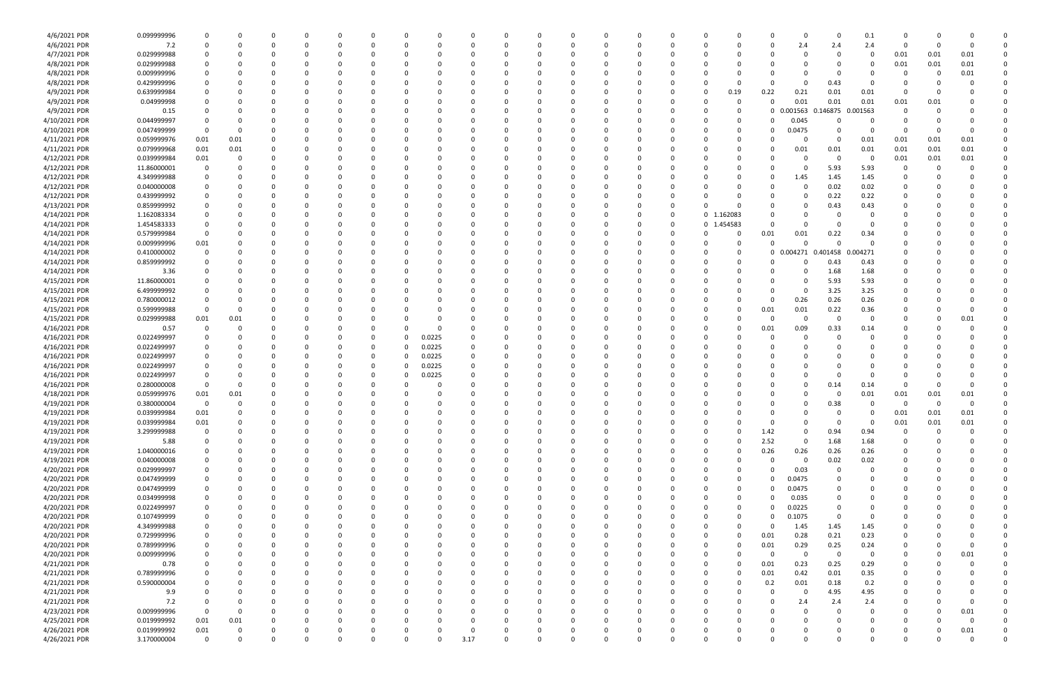| | | | | | | | | | | | | | | | | | | | | | | | | | | | | | | | | | |
|---|---|---|---|---|---|---|---|---|---|---|---|---|---|---|---|---|---|---|---|---|---|---|---|---|---|---|---|---|---|---|---|---|---|
| 4/6/2021 PDR | 0.099999996 | 0 | 0 | 0 | 0 | 0 | 0 | 0 | 0 | 0 | 0 | 0 | 0 | 0 | 0 | 0 | 0 | 0 | 0 | 0 | 0 | 0 | 0 | 0 | 0 | 0 | 0 | 0 | 0 | 0.1 | 0 | 0 | 0 | 0 |
| 4/6/2021 PDR | 7.2 | 0 | 0 | 0 | 0 | 0 | 0 | 0 | 0 | 0 | 0 | 0 | 0 | 0 | 0 | 0 | 0 | 0 | 0 | 0 | 0 | 0 | 0 | 0 | 0 | 0 | 2.4 | 2.4 | 2.4 | 0 | 0 | 0 | 0 |
| 4/7/2021 PDR | 0.029999988 | 0 | 0 | 0 | 0 | 0 | 0 | 0 | 0 | 0 | 0 | 0 | 0 | 0 | 0 | 0 | 0 | 0 | 0 | 0 | 0 | 0 | 0 | 0 | 0 | 0 | 0 | 0 | 0 | 0.01 | 0.01 | 0.01 | 0 |
| 4/8/2021 PDR | 0.029999988 | 0 | 0 | 0 | 0 | 0 | 0 | 0 | 0 | 0 | 0 | 0 | 0 | 0 | 0 | 0 | 0 | 0 | 0 | 0 | 0 | 0 | 0 | 0 | 0 | 0 | 0 | 0 | 0 | 0.01 | 0.01 | 0.01 | 0 |
| 4/8/2021 PDR | 0.009999996 | 0 | 0 | 0 | 0 | 0 | 0 | 0 | 0 | 0 | 0 | 0 | 0 | 0 | 0 | 0 | 0 | 0 | 0 | 0 | 0 | 0 | 0 | 0 | 0 | 0 | 0 | 0 | 0 | 0 | 0 | 0.01 | 0 |
| 4/8/2021 PDR | 0.429999996 | 0 | 0 | 0 | 0 | 0 | 0 | 0 | 0 | 0 | 0 | 0 | 0 | 0 | 0 | 0 | 0 | 0 | 0 | 0 | 0 | 0 | 0 | 0 | 0 | 0 | 0 | 0.43 | 0 | 0 | 0 | 0 | 0 |
| 4/9/2021 PDR | 0.639999984 | 0 | 0 | 0 | 0 | 0 | 0 | 0 | 0 | 0 | 0 | 0 | 0 | 0 | 0 | 0 | 0 | 0 | 0 | 0 | 0 | 0 | 0 | 0 | 0.19 | 0.22 | 0.21 | 0.01 | 0.01 | 0 | 0 | 0 | 0 |
| 4/9/2021 PDR | 0.04999998 | 0 | 0 | 0 | 0 | 0 | 0 | 0 | 0 | 0 | 0 | 0 | 0 | 0 | 0 | 0 | 0 | 0 | 0 | 0 | 0 | 0 | 0 | 0 | 0 | 0 | 0.01 | 0.01 | 0.01 | 0.01 | 0.01 | 0 | 0 |
| 4/9/2021 PDR | 0.15 | 0 | 0 | 0 | 0 | 0 | 0 | 0 | 0 | 0 | 0 | 0 | 0 | 0 | 0 | 0 | 0 | 0 | 0 | 0 | 0 | 0 | 0 | 0 | 0 | 0 | 0.001563 | 0.146875 | 0.001563 | 0 | 0 | 0 | 0 |
| 4/10/2021 PDR | 0.044999997 | 0 | 0 | 0 | 0 | 0 | 0 | 0 | 0 | 0 | 0 | 0 | 0 | 0 | 0 | 0 | 0 | 0 | 0 | 0 | 0 | 0 | 0 | 0 | 0 | 0 | 0.045 | 0 | 0 | 0 | 0 | 0 | 0 |
| 4/10/2021 PDR | 0.047499999 | 0 | 0 | 0 | 0 | 0 | 0 | 0 | 0 | 0 | 0 | 0 | 0 | 0 | 0 | 0 | 0 | 0 | 0 | 0 | 0 | 0 | 0 | 0 | 0 | 0 | 0.0475 | 0 | 0 | 0 | 0 | 0 | 0 |
| 4/11/2021 PDR | 0.059999976 | 0.01 | 0.01 | 0 | 0 | 0 | 0 | 0 | 0 | 0 | 0 | 0 | 0 | 0 | 0 | 0 | 0 | 0 | 0 | 0 | 0 | 0 | 0 | 0 | 0 | 0 | 0 | 0 | 0.01 | 0.01 | 0.01 | 0.01 | 0 |
| 4/11/2021 PDR | 0.079999968 | 0.01 | 0.01 | 0 | 0 | 0 | 0 | 0 | 0 | 0 | 0 | 0 | 0 | 0 | 0 | 0 | 0 | 0 | 0 | 0 | 0 | 0 | 0 | 0 | 0 | 0 | 0.01 | 0.01 | 0.01 | 0.01 | 0.01 | 0.01 | 0 |
| 4/12/2021 PDR | 0.039999984 | 0.01 | 0 | 0 | 0 | 0 | 0 | 0 | 0 | 0 | 0 | 0 | 0 | 0 | 0 | 0 | 0 | 0 | 0 | 0 | 0 | 0 | 0 | 0 | 0 | 0 | 0 | 0 | 0 | 0.01 | 0.01 | 0.01 | 0 |
| 4/12/2021 PDR | 11.86000001 | 0 | 0 | 0 | 0 | 0 | 0 | 0 | 0 | 0 | 0 | 0 | 0 | 0 | 0 | 0 | 0 | 0 | 0 | 0 | 0 | 0 | 0 | 0 | 0 | 0 | 0 | 5.93 | 5.93 | 0 | 0 | 0 | 0 |
| 4/12/2021 PDR | 4.349999988 | 0 | 0 | 0 | 0 | 0 | 0 | 0 | 0 | 0 | 0 | 0 | 0 | 0 | 0 | 0 | 0 | 0 | 0 | 0 | 0 | 0 | 0 | 0 | 0 | 0 | 1.45 | 1.45 | 1.45 | 0 | 0 | 0 | 0 |
| 4/12/2021 PDR | 0.040000008 | 0 | 0 | 0 | 0 | 0 | 0 | 0 | 0 | 0 | 0 | 0 | 0 | 0 | 0 | 0 | 0 | 0 | 0 | 0 | 0 | 0 | 0 | 0 | 0 | 0 | 0 | 0.02 | 0.02 | 0 | 0 | 0 | 0 |
| 4/12/2021 PDR | 0.439999992 | 0 | 0 | 0 | 0 | 0 | 0 | 0 | 0 | 0 | 0 | 0 | 0 | 0 | 0 | 0 | 0 | 0 | 0 | 0 | 0 | 0 | 0 | 0 | 0 | 0 | 0 | 0.22 | 0.22 | 0 | 0 | 0 | 0 |
| 4/13/2021 PDR | 0.859999992 | 0 | 0 | 0 | 0 | 0 | 0 | 0 | 0 | 0 | 0 | 0 | 0 | 0 | 0 | 0 | 0 | 0 | 0 | 0 | 0 | 0 | 0 | 0 | 0 | 0 | 0 | 0.43 | 0.43 | 0 | 0 | 0 | 0 |
| 4/14/2021 PDR | 1.162083334 | 0 | 0 | 0 | 0 | 0 | 0 | 0 | 0 | 0 | 0 | 0 | 0 | 0 | 0 | 0 | 0 | 0 | 0 | 0 | 0 | 0 | 0 | 0 | 1.162083 | 0 | 0 | 0 | 0 | 0 | 0 | 0 | 0 |
| 4/14/2021 PDR | 1.454583333 | 0 | 0 | 0 | 0 | 0 | 0 | 0 | 0 | 0 | 0 | 0 | 0 | 0 | 0 | 0 | 0 | 0 | 0 | 0 | 0 | 0 | 0 | 0 | 1.454583 | 0 | 0 | 0 | 0 | 0 | 0 | 0 | 0 |
| 4/14/2021 PDR | 0.579999984 | 0 | 0 | 0 | 0 | 0 | 0 | 0 | 0 | 0 | 0 | 0 | 0 | 0 | 0 | 0 | 0 | 0 | 0 | 0 | 0 | 0 | 0 | 0 | 0 | 0.01 | 0.01 | 0.22 | 0.34 | 0 | 0 | 0 | 0 |
| 4/14/2021 PDR | 0.009999996 | 0.01 | 0 | 0 | 0 | 0 | 0 | 0 | 0 | 0 | 0 | 0 | 0 | 0 | 0 | 0 | 0 | 0 | 0 | 0 | 0 | 0 | 0 | 0 | 0 | 0 | 0 | 0 | 0 | 0 | 0 | 0 | 0 |
| 4/14/2021 PDR | 0.410000002 | 0 | 0 | 0 | 0 | 0 | 0 | 0 | 0 | 0 | 0 | 0 | 0 | 0 | 0 | 0 | 0 | 0 | 0 | 0 | 0 | 0 | 0 | 0 | 0 | 0 | 0.004271 | 0.401458 | 0.004271 | 0 | 0 | 0 | 0 |
| 4/14/2021 PDR | 0.859999992 | 0 | 0 | 0 | 0 | 0 | 0 | 0 | 0 | 0 | 0 | 0 | 0 | 0 | 0 | 0 | 0 | 0 | 0 | 0 | 0 | 0 | 0 | 0 | 0 | 0 | 0 | 0.43 | 0.43 | 0 | 0 | 0 | 0 |
| 4/14/2021 PDR | 3.36 | 0 | 0 | 0 | 0 | 0 | 0 | 0 | 0 | 0 | 0 | 0 | 0 | 0 | 0 | 0 | 0 | 0 | 0 | 0 | 0 | 0 | 0 | 0 | 0 | 0 | 0 | 1.68 | 1.68 | 0 | 0 | 0 | 0 |
| 4/15/2021 PDR | 11.86000001 | 0 | 0 | 0 | 0 | 0 | 0 | 0 | 0 | 0 | 0 | 0 | 0 | 0 | 0 | 0 | 0 | 0 | 0 | 0 | 0 | 0 | 0 | 0 | 0 | 0 | 0 | 5.93 | 5.93 | 0 | 0 | 0 | 0 |
| 4/15/2021 PDR | 6.499999992 | 0 | 0 | 0 | 0 | 0 | 0 | 0 | 0 | 0 | 0 | 0 | 0 | 0 | 0 | 0 | 0 | 0 | 0 | 0 | 0 | 0 | 0 | 0 | 0 | 0 | 0 | 3.25 | 3.25 | 0 | 0 | 0 | 0 |
| 4/15/2021 PDR | 0.780000012 | 0 | 0 | 0 | 0 | 0 | 0 | 0 | 0 | 0 | 0 | 0 | 0 | 0 | 0 | 0 | 0 | 0 | 0 | 0 | 0 | 0 | 0 | 0 | 0 | 0 | 0.26 | 0.26 | 0.26 | 0 | 0 | 0 | 0 |
| 4/15/2021 PDR | 0.599999988 | 0 | 0 | 0 | 0 | 0 | 0 | 0 | 0 | 0 | 0 | 0 | 0 | 0 | 0 | 0 | 0 | 0 | 0 | 0 | 0 | 0 | 0 | 0 | 0 | 0.01 | 0.01 | 0.22 | 0.36 | 0 | 0 | 0 | 0 |
| 4/15/2021 PDR | 0.029999988 | 0.01 | 0.01 | 0 | 0 | 0 | 0 | 0 | 0 | 0 | 0 | 0 | 0 | 0 | 0 | 0 | 0 | 0 | 0 | 0 | 0 | 0 | 0 | 0 | 0 | 0 | 0 | 0 | 0 | 0 | 0 | 0.01 | 0 |
| 4/16/2021 PDR | 0.57 | 0 | 0 | 0 | 0 | 0 | 0 | 0 | 0 | 0 | 0 | 0 | 0 | 0 | 0 | 0 | 0 | 0 | 0 | 0 | 0 | 0 | 0 | 0 | 0 | 0.01 | 0.09 | 0.33 | 0.14 | 0 | 0 | 0 | 0 |
| 4/16/2021 PDR | 0.022499997 | 0 | 0 | 0 | 0 | 0 | 0 | 0 | 0 | 0.0225 | 0 | 0 | 0 | 0 | 0 | 0 | 0 | 0 | 0 | 0 | 0 | 0 | 0 | 0 | 0 | 0 | 0 | 0 | 0 | 0 | 0 | 0 | 0 |
| 4/16/2021 PDR | 0.022499997 | 0 | 0 | 0 | 0 | 0 | 0 | 0 | 0 | 0.0225 | 0 | 0 | 0 | 0 | 0 | 0 | 0 | 0 | 0 | 0 | 0 | 0 | 0 | 0 | 0 | 0 | 0 | 0 | 0 | 0 | 0 | 0 | 0 |
| 4/16/2021 PDR | 0.022499997 | 0 | 0 | 0 | 0 | 0 | 0 | 0 | 0 | 0.0225 | 0 | 0 | 0 | 0 | 0 | 0 | 0 | 0 | 0 | 0 | 0 | 0 | 0 | 0 | 0 | 0 | 0 | 0 | 0 | 0 | 0 | 0 | 0 |
| 4/16/2021 PDR | 0.022499997 | 0 | 0 | 0 | 0 | 0 | 0 | 0 | 0 | 0.0225 | 0 | 0 | 0 | 0 | 0 | 0 | 0 | 0 | 0 | 0 | 0 | 0 | 0 | 0 | 0 | 0 | 0 | 0 | 0 | 0 | 0 | 0 | 0 |
| 4/16/2021 PDR | 0.022499997 | 0 | 0 | 0 | 0 | 0 | 0 | 0 | 0 | 0.0225 | 0 | 0 | 0 | 0 | 0 | 0 | 0 | 0 | 0 | 0 | 0 | 0 | 0 | 0 | 0 | 0 | 0 | 0 | 0 | 0 | 0 | 0 | 0 |
| 4/16/2021 PDR | 0.280000008 | 0 | 0 | 0 | 0 | 0 | 0 | 0 | 0 | 0 | 0 | 0 | 0 | 0 | 0 | 0 | 0 | 0 | 0 | 0 | 0 | 0 | 0 | 0 | 0 | 0 | 0 | 0.14 | 0.14 | 0 | 0 | 0 | 0 |
| 4/18/2021 PDR | 0.059999976 | 0.01 | 0.01 | 0 | 0 | 0 | 0 | 0 | 0 | 0 | 0 | 0 | 0 | 0 | 0 | 0 | 0 | 0 | 0 | 0 | 0 | 0 | 0 | 0 | 0 | 0 | 0 | 0 | 0.01 | 0.01 | 0.01 | 0.01 | 0 |
| 4/19/2021 PDR | 0.380000004 | 0 | 0 | 0 | 0 | 0 | 0 | 0 | 0 | 0 | 0 | 0 | 0 | 0 | 0 | 0 | 0 | 0 | 0 | 0 | 0 | 0 | 0 | 0 | 0 | 0 | 0 | 0.38 | 0 | 0 | 0 | 0 | 0 |
| 4/19/2021 PDR | 0.039999984 | 0.01 | 0 | 0 | 0 | 0 | 0 | 0 | 0 | 0 | 0 | 0 | 0 | 0 | 0 | 0 | 0 | 0 | 0 | 0 | 0 | 0 | 0 | 0 | 0 | 0 | 0 | 0 | 0 | 0.01 | 0.01 | 0.01 | 0 |
| 4/19/2021 PDR | 0.039999984 | 0.01 | 0 | 0 | 0 | 0 | 0 | 0 | 0 | 0 | 0 | 0 | 0 | 0 | 0 | 0 | 0 | 0 | 0 | 0 | 0 | 0 | 0 | 0 | 0 | 0 | 0 | 0 | 0 | 0.01 | 0.01 | 0.01 | 0 |
| 4/19/2021 PDR | 3.299999988 | 0 | 0 | 0 | 0 | 0 | 0 | 0 | 0 | 0 | 0 | 0 | 0 | 0 | 0 | 0 | 0 | 0 | 0 | 0 | 0 | 0 | 0 | 0 | 0 | 1.42 | 0 | 0.94 | 0.94 | 0 | 0 | 0 | 0 |
| 4/19/2021 PDR | 5.88 | 0 | 0 | 0 | 0 | 0 | 0 | 0 | 0 | 0 | 0 | 0 | 0 | 0 | 0 | 0 | 0 | 0 | 0 | 0 | 0 | 0 | 0 | 0 | 0 | 2.52 | 0 | 1.68 | 1.68 | 0 | 0 | 0 | 0 |
| 4/19/2021 PDR | 1.040000016 | 0 | 0 | 0 | 0 | 0 | 0 | 0 | 0 | 0 | 0 | 0 | 0 | 0 | 0 | 0 | 0 | 0 | 0 | 0 | 0 | 0 | 0 | 0 | 0 | 0.26 | 0.26 | 0.26 | 0.26 | 0 | 0 | 0 | 0 |
| 4/19/2021 PDR | 0.040000008 | 0 | 0 | 0 | 0 | 0 | 0 | 0 | 0 | 0 | 0 | 0 | 0 | 0 | 0 | 0 | 0 | 0 | 0 | 0 | 0 | 0 | 0 | 0 | 0 | 0 | 0 | 0.02 | 0.02 | 0 | 0 | 0 | 0 |
| 4/20/2021 PDR | 0.029999997 | 0 | 0 | 0 | 0 | 0 | 0 | 0 | 0 | 0 | 0 | 0 | 0 | 0 | 0 | 0 | 0 | 0 | 0 | 0 | 0 | 0 | 0 | 0 | 0 | 0 | 0.03 | 0 | 0 | 0 | 0 | 0 | 0 |
| 4/20/2021 PDR | 0.047499999 | 0 | 0 | 0 | 0 | 0 | 0 | 0 | 0 | 0 | 0 | 0 | 0 | 0 | 0 | 0 | 0 | 0 | 0 | 0 | 0 | 0 | 0 | 0 | 0 | 0 | 0.0475 | 0 | 0 | 0 | 0 | 0 | 0 |
| 4/20/2021 PDR | 0.047499999 | 0 | 0 | 0 | 0 | 0 | 0 | 0 | 0 | 0 | 0 | 0 | 0 | 0 | 0 | 0 | 0 | 0 | 0 | 0 | 0 | 0 | 0 | 0 | 0 | 0 | 0.0475 | 0 | 0 | 0 | 0 | 0 | 0 |
| 4/20/2021 PDR | 0.034999998 | 0 | 0 | 0 | 0 | 0 | 0 | 0 | 0 | 0 | 0 | 0 | 0 | 0 | 0 | 0 | 0 | 0 | 0 | 0 | 0 | 0 | 0 | 0 | 0 | 0 | 0.035 | 0 | 0 | 0 | 0 | 0 | 0 |
| 4/20/2021 PDR | 0.022499997 | 0 | 0 | 0 | 0 | 0 | 0 | 0 | 0 | 0 | 0 | 0 | 0 | 0 | 0 | 0 | 0 | 0 | 0 | 0 | 0 | 0 | 0 | 0 | 0 | 0 | 0.0225 | 0 | 0 | 0 | 0 | 0 | 0 |
| 4/20/2021 PDR | 0.107499999 | 0 | 0 | 0 | 0 | 0 | 0 | 0 | 0 | 0 | 0 | 0 | 0 | 0 | 0 | 0 | 0 | 0 | 0 | 0 | 0 | 0 | 0 | 0 | 0 | 0 | 0.1075 | 0 | 0 | 0 | 0 | 0 | 0 |
| 4/20/2021 PDR | 4.349999988 | 0 | 0 | 0 | 0 | 0 | 0 | 0 | 0 | 0 | 0 | 0 | 0 | 0 | 0 | 0 | 0 | 0 | 0 | 0 | 0 | 0 | 0 | 0 | 0 | 0 | 1.45 | 1.45 | 1.45 | 0 | 0 | 0 | 0 |
| 4/20/2021 PDR | 0.729999996 | 0 | 0 | 0 | 0 | 0 | 0 | 0 | 0 | 0 | 0 | 0 | 0 | 0 | 0 | 0 | 0 | 0 | 0 | 0 | 0 | 0 | 0 | 0 | 0 | 0.01 | 0.28 | 0.21 | 0.23 | 0 | 0 | 0 | 0 |
| 4/20/2021 PDR | 0.789999996 | 0 | 0 | 0 | 0 | 0 | 0 | 0 | 0 | 0 | 0 | 0 | 0 | 0 | 0 | 0 | 0 | 0 | 0 | 0 | 0 | 0 | 0 | 0 | 0 | 0.01 | 0.29 | 0.25 | 0.24 | 0 | 0 | 0 | 0 |
| 4/20/2021 PDR | 0.009999996 | 0 | 0 | 0 | 0 | 0 | 0 | 0 | 0 | 0 | 0 | 0 | 0 | 0 | 0 | 0 | 0 | 0 | 0 | 0 | 0 | 0 | 0 | 0 | 0 | 0 | 0 | 0 | 0 | 0 | 0 | 0.01 | 0 |
| 4/21/2021 PDR | 0.78 | 0 | 0 | 0 | 0 | 0 | 0 | 0 | 0 | 0 | 0 | 0 | 0 | 0 | 0 | 0 | 0 | 0 | 0 | 0 | 0 | 0 | 0 | 0 | 0 | 0.01 | 0.23 | 0.25 | 0.29 | 0 | 0 | 0 | 0 |
| 4/21/2021 PDR | 0.789999996 | 0 | 0 | 0 | 0 | 0 | 0 | 0 | 0 | 0 | 0 | 0 | 0 | 0 | 0 | 0 | 0 | 0 | 0 | 0 | 0 | 0 | 0 | 0 | 0 | 0.01 | 0.42 | 0.01 | 0.35 | 0 | 0 | 0 | 0 |
| 4/21/2021 PDR | 0.590000004 | 0 | 0 | 0 | 0 | 0 | 0 | 0 | 0 | 0 | 0 | 0 | 0 | 0 | 0 | 0 | 0 | 0 | 0 | 0 | 0 | 0 | 0 | 0 | 0 | 0.2 | 0.01 | 0.18 | 0.2 | 0 | 0 | 0 | 0 |
| 4/21/2021 PDR | 9.9 | 0 | 0 | 0 | 0 | 0 | 0 | 0 | 0 | 0 | 0 | 0 | 0 | 0 | 0 | 0 | 0 | 0 | 0 | 0 | 0 | 0 | 0 | 0 | 0 | 0 | 0 | 4.95 | 4.95 | 0 | 0 | 0 | 0 |
| 4/21/2021 PDR | 7.2 | 0 | 0 | 0 | 0 | 0 | 0 | 0 | 0 | 0 | 0 | 0 | 0 | 0 | 0 | 0 | 0 | 0 | 0 | 0 | 0 | 0 | 0 | 0 | 0 | 0 | 2.4 | 2.4 | 2.4 | 0 | 0 | 0 | 0 |
| 4/23/2021 PDR | 0.009999996 | 0 | 0 | 0 | 0 | 0 | 0 | 0 | 0 | 0 | 0 | 0 | 0 | 0 | 0 | 0 | 0 | 0 | 0 | 0 | 0 | 0 | 0 | 0 | 0 | 0 | 0 | 0 | 0 | 0 | 0 | 0.01 | 0 |
| 4/25/2021 PDR | 0.019999992 | 0.01 | 0.01 | 0 | 0 | 0 | 0 | 0 | 0 | 0 | 0 | 0 | 0 | 0 | 0 | 0 | 0 | 0 | 0 | 0 | 0 | 0 | 0 | 0 | 0 | 0 | 0 | 0 | 0 | 0 | 0 | 0 | 0 |
| 4/26/2021 PDR | 0.019999992 | 0.01 | 0 | 0 | 0 | 0 | 0 | 0 | 0 | 0 | 0 | 0 | 0 | 0 | 0 | 0 | 0 | 0 | 0 | 0 | 0 | 0 | 0 | 0 | 0 | 0 | 0 | 0 | 0 | 0 | 0 | 0.01 | 0 |
| 4/26/2021 PDR | 3.170000004 | 0 | 0 | 0 | 0 | 0 | 0 | 0 | 0 | 0 | 3.17 | 0 | 0 | 0 | 0 | 0 | 0 | 0 | 0 | 0 | 0 | 0 | 0 | 0 | 0 | 0 | 0 | 0 | 0 | 0 | 0 | 0 | 0 |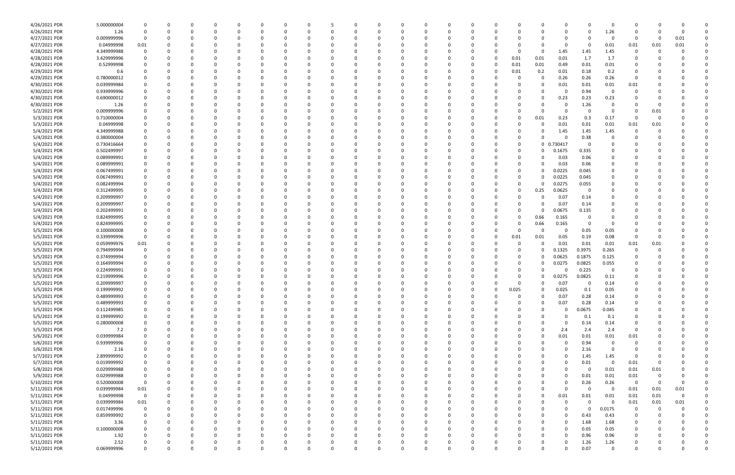| | | | | | | | | | | | | | | | | | | | | | | | | | | | |
|---|---|---|---|---|---|---|---|---|---|---|---|---|---|---|---|---|---|---|---|---|---|---|---|---|---|---|---|
| 4/26/2021 PDR | 5.000000004 | 0 | 0 | 0 | 0 | 0 | 0 | 0 | 0 | 5 | 0 | 0 | 0 | 0 | 0 | 0 | 0 | 0 | 0 | 0 | 0 | 0 | 0 | 0 | 0 | 0 | 0 |
| 4/26/2021 PDR | 1.26 | 0 | 0 | 0 | 0 | 0 | 0 | 0 | 0 | 0 | 0 | 0 | 0 | 0 | 0 | 0 | 0 | 0 | 0 | 0 | 0 | 0 | 1.26 | 0 | 0 | 0 | 0 |
| 4/27/2021 PDR | 0.009999996 | 0 | 0 | 0 | 0 | 0 | 0 | 0 | 0 | 0 | 0 | 0 | 0 | 0 | 0 | 0 | 0 | 0 | 0 | 0 | 0 | 0 | 0 | 0 | 0 | 0.01 | 0 |
| 4/27/2021 PDR | 0.04999998 | 0.01 | 0 | 0 | 0 | 0 | 0 | 0 | 0 | 0 | 0 | 0 | 0 | 0 | 0 | 0 | 0 | 0 | 0 | 0 | 0 | 0 | 0.01 | 0.01 | 0.01 | 0.01 | 0 |
| 4/28/2021 PDR | 4.349999988 | 0 | 0 | 0 | 0 | 0 | 0 | 0 | 0 | 0 | 0 | 0 | 0 | 0 | 0 | 0 | 0 | 0 | 0 | 0 | 1.45 | 1.45 | 1.45 | 0 | 0 | 0 | 0 |
| 4/28/2021 PDR | 3.429999996 | 0 | 0 | 0 | 0 | 0 | 0 | 0 | 0 | 0 | 0 | 0 | 0 | 0 | 0 | 0 | 0 | 0 | 0.01 | 0.01 | 0.01 | 1.7 | 1.7 | 0 | 0 | 0 | 0 |
| 4/28/2021 PDR | 0.52999998 | 0 | 0 | 0 | 0 | 0 | 0 | 0 | 0 | 0 | 0 | 0 | 0 | 0 | 0 | 0 | 0 | 0 | 0.01 | 0.01 | 0.49 | 0.01 | 0.01 | 0 | 0 | 0 | 0 |
| 4/29/2021 PDR | 0.6 | 0 | 0 | 0 | 0 | 0 | 0 | 0 | 0 | 0 | 0 | 0 | 0 | 0 | 0 | 0 | 0 | 0 | 0.01 | 0.2 | 0.01 | 0.18 | 0.2 | 0 | 0 | 0 | 0 |
| 4/29/2021 PDR | 0.780000012 | 0 | 0 | 0 | 0 | 0 | 0 | 0 | 0 | 0 | 0 | 0 | 0 | 0 | 0 | 0 | 0 | 0 | 0 | 0 | 0.26 | 0.26 | 0.26 | 0 | 0 | 0 | 0 |
| 4/30/2021 PDR | 0.039999984 | 0 | 0 | 0 | 0 | 0 | 0 | 0 | 0 | 0 | 0 | 0 | 0 | 0 | 0 | 0 | 0 | 0 | 0 | 0 | 0.01 | 0.01 | 0.01 | 0.01 | 0 | 0 | 0 |
| 4/30/2021 PDR | 0.939999996 | 0 | 0 | 0 | 0 | 0 | 0 | 0 | 0 | 0 | 0 | 0 | 0 | 0 | 0 | 0 | 0 | 0 | 0 | 0 | 0 | 0.94 | 0 | 0 | 0 | 0 | 0 |
| 4/30/2021 PDR | 0.690000012 | 0 | 0 | 0 | 0 | 0 | 0 | 0 | 0 | 0 | 0 | 0 | 0 | 0 | 0 | 0 | 0 | 0 | 0 | 0 | 0.23 | 0.23 | 0.23 | 0 | 0 | 0 | 0 |
| 4/30/2021 PDR | 1.26 | 0 | 0 | 0 | 0 | 0 | 0 | 0 | 0 | 0 | 0 | 0 | 0 | 0 | 0 | 0 | 0 | 0 | 0 | 0 | 0 | 1.26 | 0 | 0 | 0 | 0 | 0 |
| 5/2/2021 PDR | 0.009999996 | 0 | 0 | 0 | 0 | 0 | 0 | 0 | 0 | 0 | 0 | 0 | 0 | 0 | 0 | 0 | 0 | 0 | 0 | 0 | 0 | 0 | 0 | 0 | 0.01 | 0 | 0 |
| 5/3/2021 PDR | 0.710000004 | 0 | 0 | 0 | 0 | 0 | 0 | 0 | 0 | 0 | 0 | 0 | 0 | 0 | 0 | 0 | 0 | 0 | 0 | 0.01 | 0.23 | 0.3 | 0.17 | 0 | 0 | 0 | 0 |
| 5/3/2021 PDR | 0.04999998 | 0 | 0 | 0 | 0 | 0 | 0 | 0 | 0 | 0 | 0 | 0 | 0 | 0 | 0 | 0 | 0 | 0 | 0 | 0 | 0.01 | 0.01 | 0.01 | 0.01 | 0.01 | 0 | 0 |
| 5/4/2021 PDR | 4.349999988 | 0 | 0 | 0 | 0 | 0 | 0 | 0 | 0 | 0 | 0 | 0 | 0 | 0 | 0 | 0 | 0 | 0 | 0 | 0 | 1.45 | 1.45 | 1.45 | 0 | 0 | 0 | 0 |
| 5/4/2021 PDR | 0.380000004 | 0 | 0 | 0 | 0 | 0 | 0 | 0 | 0 | 0 | 0 | 0 | 0 | 0 | 0 | 0 | 0 | 0 | 0 | 0 | 0 | 0.38 | 0 | 0 | 0 | 0 | 0 |
| 5/4/2021 PDR | 0.730416664 | 0 | 0 | 0 | 0 | 0 | 0 | 0 | 0 | 0 | 0 | 0 | 0 | 0 | 0 | 0 | 0 | 0 | 0 | 0 | 0.730417 | 0 | 0 | 0 | 0 | 0 | 0 |
| 5/4/2021 PDR | 0.502499997 | 0 | 0 | 0 | 0 | 0 | 0 | 0 | 0 | 0 | 0 | 0 | 0 | 0 | 0 | 0 | 0 | 0 | 0 | 0 | 0.1675 | 0.335 | 0 | 0 | 0 | 0 | 0 |
| 5/4/2021 PDR | 0.089999991 | 0 | 0 | 0 | 0 | 0 | 0 | 0 | 0 | 0 | 0 | 0 | 0 | 0 | 0 | 0 | 0 | 0 | 0 | 0 | 0.03 | 0.06 | 0 | 0 | 0 | 0 | 0 |
| 5/4/2021 PDR | 0.08999991 | 0 | 0 | 0 | 0 | 0 | 0 | 0 | 0 | 0 | 0 | 0 | 0 | 0 | 0 | 0 | 0 | 0 | 0 | 0 | 0.03 | 0.06 | 0 | 0 | 0 | 0 | 0 |
| 5/4/2021 PDR | 0.067499991 | 0 | 0 | 0 | 0 | 0 | 0 | 0 | 0 | 0 | 0 | 0 | 0 | 0 | 0 | 0 | 0 | 0 | 0 | 0 | 0.0225 | 0.045 | 0 | 0 | 0 | 0 | 0 |
| 5/4/2021 PDR | 0.067499991 | 0 | 0 | 0 | 0 | 0 | 0 | 0 | 0 | 0 | 0 | 0 | 0 | 0 | 0 | 0 | 0 | 0 | 0 | 0 | 0.0225 | 0.045 | 0 | 0 | 0 | 0 | 0 |
| 5/4/2021 PDR | 0.082499994 | 0 | 0 | 0 | 0 | 0 | 0 | 0 | 0 | 0 | 0 | 0 | 0 | 0 | 0 | 0 | 0 | 0 | 0 | 0 | 0.0275 | 0.055 | 0 | 0 | 0 | 0 | 0 |
| 5/4/2021 PDR | 0.312499995 | 0 | 0 | 0 | 0 | 0 | 0 | 0 | 0 | 0 | 0 | 0 | 0 | 0 | 0 | 0 | 0 | 0 | 0 | 0.25 | 0.0625 | 0 | 0 | 0 | 0 | 0 | 0 |
| 5/4/2021 PDR | 0.209999997 | 0 | 0 | 0 | 0 | 0 | 0 | 0 | 0 | 0 | 0 | 0 | 0 | 0 | 0 | 0 | 0 | 0 | 0 | 0 | 0.07 | 0.14 | 0 | 0 | 0 | 0 | 0 |
| 5/4/2021 PDR | 0.209999997 | 0 | 0 | 0 | 0 | 0 | 0 | 0 | 0 | 0 | 0 | 0 | 0 | 0 | 0 | 0 | 0 | 0 | 0 | 0 | 0.07 | 0.14 | 0 | 0 | 0 | 0 | 0 |
| 5/4/2021 PDR | 0.202499991 | 0 | 0 | 0 | 0 | 0 | 0 | 0 | 0 | 0 | 0 | 0 | 0 | 0 | 0 | 0 | 0 | 0 | 0 | 0 | 0.0675 | 0.135 | 0 | 0 | 0 | 0 | 0 |
| 5/4/2021 PDR | 0.824999995 | 0 | 0 | 0 | 0 | 0 | 0 | 0 | 0 | 0 | 0 | 0 | 0 | 0 | 0 | 0 | 0 | 0 | 0 | 0.66 | 0.165 | 0 | 0 | 0 | 0 | 0 | 0 |
| 5/4/2021 PDR | 0.824999995 | 0 | 0 | 0 | 0 | 0 | 0 | 0 | 0 | 0 | 0 | 0 | 0 | 0 | 0 | 0 | 0 | 0 | 0 | 0.66 | 0.165 | 0 | 0 | 0 | 0 | 0 | 0 |
| 5/5/2021 PDR | 0.100000008 | 0 | 0 | 0 | 0 | 0 | 0 | 0 | 0 | 0 | 0 | 0 | 0 | 0 | 0 | 0 | 0 | 0 | 0 | 0 | 0 | 0.05 | 0.05 | 0 | 0 | 0 | 0 |
| 5/5/2021 PDR | 0.339999996 | 0 | 0 | 0 | 0 | 0 | 0 | 0 | 0 | 0 | 0 | 0 | 0 | 0 | 0 | 0 | 0 | 0 | 0.01 | 0.01 | 0.05 | 0.19 | 0.08 | 0 | 0 | 0 | 0 |
| 5/5/2021 PDR | 0.059999976 | 0.01 | 0 | 0 | 0 | 0 | 0 | 0 | 0 | 0 | 0 | 0 | 0 | 0 | 0 | 0 | 0 | 0 | 0 | 0 | 0.01 | 0.01 | 0.01 | 0.01 | 0.01 | 0 | 0 |
| 5/5/2021 PDR | 0.794999994 | 0 | 0 | 0 | 0 | 0 | 0 | 0 | 0 | 0 | 0 | 0 | 0 | 0 | 0 | 0 | 0 | 0 | 0 | 0 | 0.1325 | 0.3975 | 0.265 | 0 | 0 | 0 | 0 |
| 5/5/2021 PDR | 0.374999994 | 0 | 0 | 0 | 0 | 0 | 0 | 0 | 0 | 0 | 0 | 0 | 0 | 0 | 0 | 0 | 0 | 0 | 0 | 0 | 0.0625 | 0.1875 | 0.125 | 0 | 0 | 0 | 0 |
| 5/5/2021 PDR | 0.164999994 | 0 | 0 | 0 | 0 | 0 | 0 | 0 | 0 | 0 | 0 | 0 | 0 | 0 | 0 | 0 | 0 | 0 | 0 | 0 | 0.0275 | 0.0825 | 0.055 | 0 | 0 | 0 | 0 |
| 5/5/2021 PDR | 0.224999991 | 0 | 0 | 0 | 0 | 0 | 0 | 0 | 0 | 0 | 0 | 0 | 0 | 0 | 0 | 0 | 0 | 0 | 0 | 0 | 0 | 0.225 | 0 | 0 | 0 | 0 | 0 |
| 5/5/2021 PDR | 0.219999996 | 0 | 0 | 0 | 0 | 0 | 0 | 0 | 0 | 0 | 0 | 0 | 0 | 0 | 0 | 0 | 0 | 0 | 0 | 0 | 0.0275 | 0.0825 | 0.11 | 0 | 0 | 0 | 0 |
| 5/5/2021 PDR | 0.209999997 | 0 | 0 | 0 | 0 | 0 | 0 | 0 | 0 | 0 | 0 | 0 | 0 | 0 | 0 | 0 | 0 | 0 | 0 | 0 | 0.07 | 0 | 0.14 | 0 | 0 | 0 | 0 |
| 5/5/2021 PDR | 0.199999992 | 0 | 0 | 0 | 0 | 0 | 0 | 0 | 0 | 0 | 0 | 0 | 0 | 0 | 0 | 0 | 0 | 0 | 0.025 | 0 | 0.025 | 0.1 | 0.05 | 0 | 0 | 0 | 0 |
| 5/5/2021 PDR | 0.489999993 | 0 | 0 | 0 | 0 | 0 | 0 | 0 | 0 | 0 | 0 | 0 | 0 | 0 | 0 | 0 | 0 | 0 | 0 | 0 | 0.07 | 0.28 | 0.14 | 0 | 0 | 0 | 0 |
| 5/5/2021 PDR | 0.489999993 | 0 | 0 | 0 | 0 | 0 | 0 | 0 | 0 | 0 | 0 | 0 | 0 | 0 | 0 | 0 | 0 | 0 | 0 | 0 | 0.07 | 0.28 | 0.14 | 0 | 0 | 0 | 0 |
| 5/5/2021 PDR | 0.112499985 | 0 | 0 | 0 | 0 | 0 | 0 | 0 | 0 | 0 | 0 | 0 | 0 | 0 | 0 | 0 | 0 | 0 | 0 | 0 | 0 | 0.0675 | 0.045 | 0 | 0 | 0 | 0 |
| 5/5/2021 PDR | 0.199999992 | 0 | 0 | 0 | 0 | 0 | 0 | 0 | 0 | 0 | 0 | 0 | 0 | 0 | 0 | 0 | 0 | 0 | 0 | 0 | 0 | 0.1 | 0.1 | 0 | 0 | 0 | 0 |
| 5/5/2021 PDR | 0.280000008 | 0 | 0 | 0 | 0 | 0 | 0 | 0 | 0 | 0 | 0 | 0 | 0 | 0 | 0 | 0 | 0 | 0 | 0 | 0 | 0 | 0.14 | 0.14 | 0 | 0 | 0 | 0 |
| 5/5/2021 PDR | 7.2 | 0 | 0 | 0 | 0 | 0 | 0 | 0 | 0 | 0 | 0 | 0 | 0 | 0 | 0 | 0 | 0 | 0 | 0 | 0 | 2.4 | 2.4 | 2.4 | 0 | 0 | 0 | 0 |
| 5/6/2021 PDR | 0.039999984 | 0 | 0 | 0 | 0 | 0 | 0 | 0 | 0 | 0 | 0 | 0 | 0 | 0 | 0 | 0 | 0 | 0 | 0 | 0 | 0.01 | 0.01 | 0.01 | 0.01 | 0 | 0 | 0 |
| 5/6/2021 PDR | 0.939999996 | 0 | 0 | 0 | 0 | 0 | 0 | 0 | 0 | 0 | 0 | 0 | 0 | 0 | 0 | 0 | 0 | 0 | 0 | 0 | 0 | 0.94 | 0 | 0 | 0 | 0 | 0 |
| 5/6/2021 PDR | 2.16 | 0 | 0 | 0 | 0 | 0 | 0 | 0 | 0 | 0 | 0 | 0 | 0 | 0 | 0 | 0 | 0 | 0 | 0 | 0 | 0 | 2.16 | 0 | 0 | 0 | 0 | 0 |
| 5/7/2021 PDR | 2.899999992 | 0 | 0 | 0 | 0 | 0 | 0 | 0 | 0 | 0 | 0 | 0 | 0 | 0 | 0 | 0 | 0 | 0 | 0 | 0 | 0 | 1.45 | 1.45 | 0 | 0 | 0 | 0 |
| 5/7/2021 PDR | 0.019999992 | 0 | 0 | 0 | 0 | 0 | 0 | 0 | 0 | 0 | 0 | 0 | 0 | 0 | 0 | 0 | 0 | 0 | 0 | 0 | 0 | 0.01 | 0 | 0.01 | 0 | 0 | 0 |
| 5/8/2021 PDR | 0.029999988 | 0 | 0 | 0 | 0 | 0 | 0 | 0 | 0 | 0 | 0 | 0 | 0 | 0 | 0 | 0 | 0 | 0 | 0 | 0 | 0 | 0 | 0.01 | 0.01 | 0.01 | 0 | 0 |
| 5/9/2021 PDR | 0.029999988 | 0 | 0 | 0 | 0 | 0 | 0 | 0 | 0 | 0 | 0 | 0 | 0 | 0 | 0 | 0 | 0 | 0 | 0 | 0 | 0 | 0.01 | 0.01 | 0.01 | 0 | 0 | 0 |
| 5/10/2021 PDR | 0.520000008 | 0 | 0 | 0 | 0 | 0 | 0 | 0 | 0 | 0 | 0 | 0 | 0 | 0 | 0 | 0 | 0 | 0 | 0 | 0 | 0 | 0.26 | 0.26 | 0 | 0 | 0 | 0 |
| 5/11/2021 PDR | 0.039999984 | 0.01 | 0 | 0 | 0 | 0 | 0 | 0 | 0 | 0 | 0 | 0 | 0 | 0 | 0 | 0 | 0 | 0 | 0 | 0 | 0 | 0 | 0 | 0.01 | 0.01 | 0.01 | 0 |
| 5/11/2021 PDR | 0.04999998 | 0 | 0 | 0 | 0 | 0 | 0 | 0 | 0 | 0 | 0 | 0 | 0 | 0 | 0 | 0 | 0 | 0 | 0 | 0 | 0.01 | 0.01 | 0.01 | 0.01 | 0.01 | 0 | 0 |
| 5/11/2021 PDR | 0.039999984 | 0.01 | 0 | 0 | 0 | 0 | 0 | 0 | 0 | 0 | 0 | 0 | 0 | 0 | 0 | 0 | 0 | 0 | 0 | 0 | 0 | 0 | 0 | 0.01 | 0.01 | 0.01 | 0 |
| 5/11/2021 PDR | 0.017499996 | 0 | 0 | 0 | 0 | 0 | 0 | 0 | 0 | 0 | 0 | 0 | 0 | 0 | 0 | 0 | 0 | 0 | 0 | 0 | 0 | 0 | 0.0175 | 0 | 0 | 0 | 0 |
| 5/11/2021 PDR | 0.859999992 | 0 | 0 | 0 | 0 | 0 | 0 | 0 | 0 | 0 | 0 | 0 | 0 | 0 | 0 | 0 | 0 | 0 | 0 | 0 | 0 | 0.43 | 0.43 | 0 | 0 | 0 | 0 |
| 5/11/2021 PDR | 3.36 | 0 | 0 | 0 | 0 | 0 | 0 | 0 | 0 | 0 | 0 | 0 | 0 | 0 | 0 | 0 | 0 | 0 | 0 | 0 | 0 | 1.68 | 1.68 | 0 | 0 | 0 | 0 |
| 5/11/2021 PDR | 0.100000008 | 0 | 0 | 0 | 0 | 0 | 0 | 0 | 0 | 0 | 0 | 0 | 0 | 0 | 0 | 0 | 0 | 0 | 0 | 0 | 0 | 0.05 | 0.05 | 0 | 0 | 0 | 0 |
| 5/11/2021 PDR | 1.92 | 0 | 0 | 0 | 0 | 0 | 0 | 0 | 0 | 0 | 0 | 0 | 0 | 0 | 0 | 0 | 0 | 0 | 0 | 0 | 0 | 0.96 | 0.96 | 0 | 0 | 0 | 0 |
| 5/11/2021 PDR | 2.52 | 0 | 0 | 0 | 0 | 0 | 0 | 0 | 0 | 0 | 0 | 0 | 0 | 0 | 0 | 0 | 0 | 0 | 0 | 0 | 0 | 1.26 | 1.26 | 0 | 0 | 0 | 0 |
| 5/12/2021 PDR | 0.069999996 | 0 | 0 | 0 | 0 | 0 | 0 | 0 | 0 | 0 | 0 | 0 | 0 | 0 | 0 | 0 | 0 | 0 | 0 | 0 | 0 | 0.07 | 0 | 0 | 0 | 0 | 0 |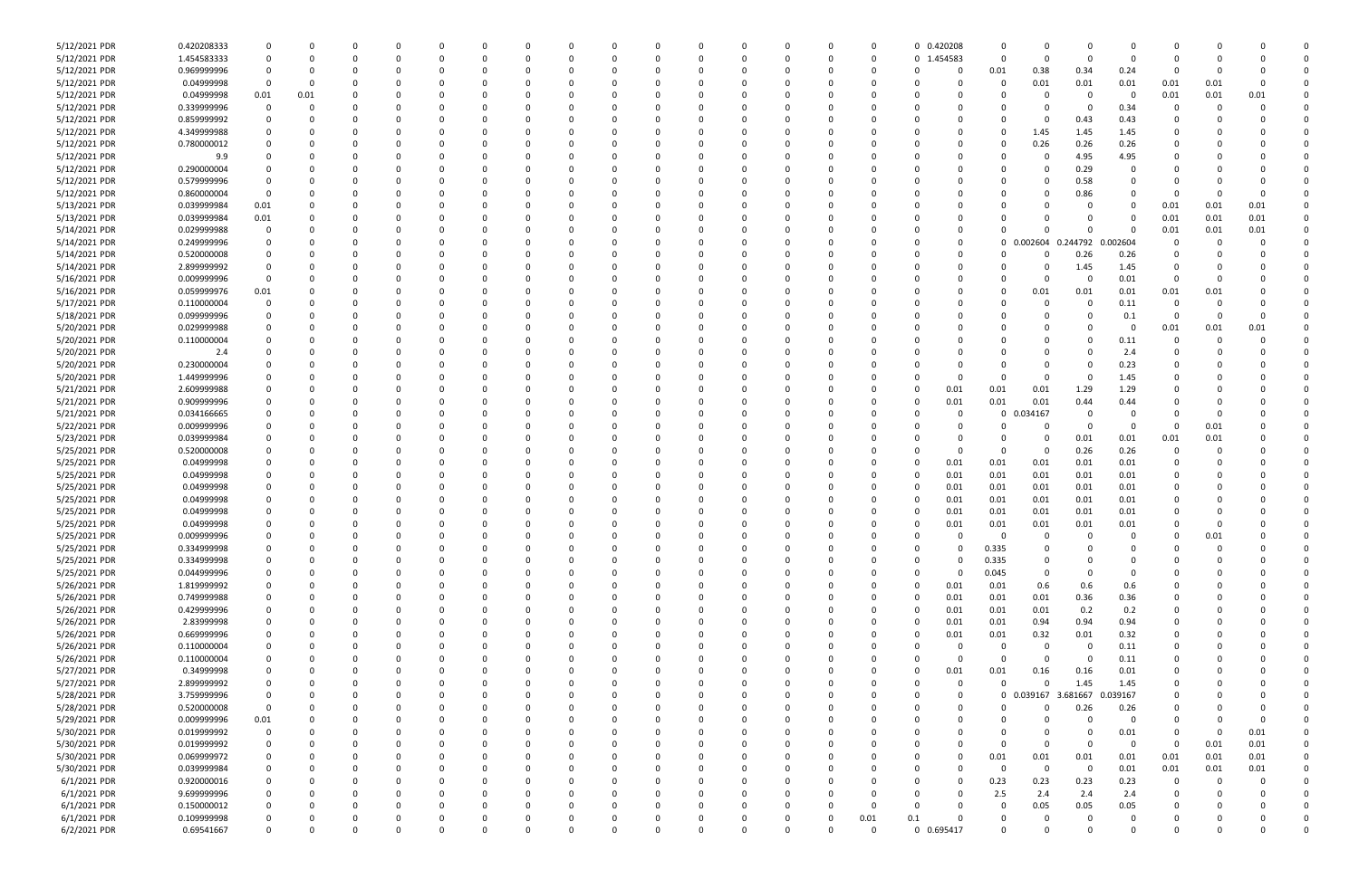| | | | | | | | | | | | | | | | | | | | | | | | | | | | | | |
|---|---|---|---|---|---|---|---|---|---|---|---|---|---|---|---|---|---|---|---|---|---|---|---|---|---|---|---|---|---|
| 5/12/2021 PDR | 0.420208333 | 0 | 0 | 0 | 0 | 0 | 0 | 0 | 0 | 0 | 0 | 0 | 0 | 0 | 0 | 0 | 0 | 0 | 0 | 0 | 0.420208 | 0 | 0 | 0 | 0 | 0 | 0 | 0 | 0 |
| 5/12/2021 PDR | 1.454583333 | 0 | 0 | 0 | 0 | 0 | 0 | 0 | 0 | 0 | 0 | 0 | 0 | 0 | 0 | 0 | 0 | 0 | 0 | 0 | 1.454583 | 0 | 0 | 0 | 0 | 0 | 0 | 0 | 0 |
| 5/12/2021 PDR | 0.969999996 | 0 | 0 | 0 | 0 | 0 | 0 | 0 | 0 | 0 | 0 | 0 | 0 | 0 | 0 | 0 | 0 | 0 | 0 | 0 | 0 | 0.01 | 0.38 | 0.34 | 0.24 | 0 | 0 | 0 | 0 |
| 5/12/2021 PDR | 0.04999998 | 0 | 0 | 0 | 0 | 0 | 0 | 0 | 0 | 0 | 0 | 0 | 0 | 0 | 0 | 0 | 0 | 0 | 0 | 0 | 0 | 0 | 0.01 | 0.01 | 0.01 | 0.01 | 0.01 | 0 | 0 |
| 5/12/2021 PDR | 0.04999998 | 0.01 | 0.01 | 0 | 0 | 0 | 0 | 0 | 0 | 0 | 0 | 0 | 0 | 0 | 0 | 0 | 0 | 0 | 0 | 0 | 0 | 0 | 0 | 0 | 0 | 0.01 | 0.01 | 0.01 | 0 |
| 5/12/2021 PDR | 0.339999996 | 0 | 0 | 0 | 0 | 0 | 0 | 0 | 0 | 0 | 0 | 0 | 0 | 0 | 0 | 0 | 0 | 0 | 0 | 0 | 0 | 0 | 0 | 0 | 0.34 | 0 | 0 | 0 | 0 |
| 5/12/2021 PDR | 0.859999992 | 0 | 0 | 0 | 0 | 0 | 0 | 0 | 0 | 0 | 0 | 0 | 0 | 0 | 0 | 0 | 0 | 0 | 0 | 0 | 0 | 0 | 0 | 0.43 | 0.43 | 0 | 0 | 0 | 0 |
| 5/12/2021 PDR | 4.349999988 | 0 | 0 | 0 | 0 | 0 | 0 | 0 | 0 | 0 | 0 | 0 | 0 | 0 | 0 | 0 | 0 | 0 | 0 | 0 | 0 | 0 | 1.45 | 1.45 | 1.45 | 0 | 0 | 0 | 0 |
| 5/12/2021 PDR | 0.780000012 | 0 | 0 | 0 | 0 | 0 | 0 | 0 | 0 | 0 | 0 | 0 | 0 | 0 | 0 | 0 | 0 | 0 | 0 | 0 | 0 | 0 | 0.26 | 0.26 | 0.26 | 0 | 0 | 0 | 0 |
| 5/12/2021 PDR | 9.9 | 0 | 0 | 0 | 0 | 0 | 0 | 0 | 0 | 0 | 0 | 0 | 0 | 0 | 0 | 0 | 0 | 0 | 0 | 0 | 0 | 0 | 0 | 4.95 | 4.95 | 0 | 0 | 0 | 0 |
| 5/12/2021 PDR | 0.290000004 | 0 | 0 | 0 | 0 | 0 | 0 | 0 | 0 | 0 | 0 | 0 | 0 | 0 | 0 | 0 | 0 | 0 | 0 | 0 | 0 | 0 | 0 | 0.29 | 0 | 0 | 0 | 0 | 0 |
| 5/12/2021 PDR | 0.579999996 | 0 | 0 | 0 | 0 | 0 | 0 | 0 | 0 | 0 | 0 | 0 | 0 | 0 | 0 | 0 | 0 | 0 | 0 | 0 | 0 | 0 | 0 | 0.58 | 0 | 0 | 0 | 0 | 0 |
| 5/12/2021 PDR | 0.860000004 | 0 | 0 | 0 | 0 | 0 | 0 | 0 | 0 | 0 | 0 | 0 | 0 | 0 | 0 | 0 | 0 | 0 | 0 | 0 | 0 | 0 | 0 | 0.86 | 0 | 0 | 0 | 0 | 0 |
| 5/13/2021 PDR | 0.039999984 | 0.01 | 0 | 0 | 0 | 0 | 0 | 0 | 0 | 0 | 0 | 0 | 0 | 0 | 0 | 0 | 0 | 0 | 0 | 0 | 0 | 0 | 0 | 0 | 0 | 0.01 | 0.01 | 0.01 | 0 |
| 5/13/2021 PDR | 0.039999984 | 0.01 | 0 | 0 | 0 | 0 | 0 | 0 | 0 | 0 | 0 | 0 | 0 | 0 | 0 | 0 | 0 | 0 | 0 | 0 | 0 | 0 | 0 | 0 | 0 | 0.01 | 0.01 | 0.01 | 0 |
| 5/14/2021 PDR | 0.029999988 | 0 | 0 | 0 | 0 | 0 | 0 | 0 | 0 | 0 | 0 | 0 | 0 | 0 | 0 | 0 | 0 | 0 | 0 | 0 | 0 | 0 | 0 | 0 | 0 | 0.01 | 0.01 | 0.01 | 0 |
| 5/14/2021 PDR | 0.249999996 | 0 | 0 | 0 | 0 | 0 | 0 | 0 | 0 | 0 | 0 | 0 | 0 | 0 | 0 | 0 | 0 | 0 | 0 | 0 | 0 | 0 | 0.002604 | 0.244792 | 0.002604 | 0 | 0 | 0 | 0 |
| 5/14/2021 PDR | 0.520000008 | 0 | 0 | 0 | 0 | 0 | 0 | 0 | 0 | 0 | 0 | 0 | 0 | 0 | 0 | 0 | 0 | 0 | 0 | 0 | 0 | 0 | 0 | 0.26 | 0.26 | 0 | 0 | 0 | 0 |
| 5/14/2021 PDR | 2.899999992 | 0 | 0 | 0 | 0 | 0 | 0 | 0 | 0 | 0 | 0 | 0 | 0 | 0 | 0 | 0 | 0 | 0 | 0 | 0 | 0 | 0 | 0 | 1.45 | 1.45 | 0 | 0 | 0 | 0 |
| 5/16/2021 PDR | 0.009999996 | 0 | 0 | 0 | 0 | 0 | 0 | 0 | 0 | 0 | 0 | 0 | 0 | 0 | 0 | 0 | 0 | 0 | 0 | 0 | 0 | 0 | 0 | 0 | 0.01 | 0 | 0 | 0 | 0 |
| 5/16/2021 PDR | 0.059999976 | 0.01 | 0 | 0 | 0 | 0 | 0 | 0 | 0 | 0 | 0 | 0 | 0 | 0 | 0 | 0 | 0 | 0 | 0 | 0 | 0 | 0 | 0.01 | 0.01 | 0.01 | 0.01 | 0.01 | 0 | 0 |
| 5/17/2021 PDR | 0.110000004 | 0 | 0 | 0 | 0 | 0 | 0 | 0 | 0 | 0 | 0 | 0 | 0 | 0 | 0 | 0 | 0 | 0 | 0 | 0 | 0 | 0 | 0 | 0 | 0.11 | 0 | 0 | 0 | 0 |
| 5/18/2021 PDR | 0.099999996 | 0 | 0 | 0 | 0 | 0 | 0 | 0 | 0 | 0 | 0 | 0 | 0 | 0 | 0 | 0 | 0 | 0 | 0 | 0 | 0 | 0 | 0 | 0 | 0.1 | 0 | 0 | 0 | 0 |
| 5/20/2021 PDR | 0.029999988 | 0 | 0 | 0 | 0 | 0 | 0 | 0 | 0 | 0 | 0 | 0 | 0 | 0 | 0 | 0 | 0 | 0 | 0 | 0 | 0 | 0 | 0 | 0 | 0 | 0.01 | 0.01 | 0.01 | 0 |
| 5/20/2021 PDR | 0.110000004 | 0 | 0 | 0 | 0 | 0 | 0 | 0 | 0 | 0 | 0 | 0 | 0 | 0 | 0 | 0 | 0 | 0 | 0 | 0 | 0 | 0 | 0 | 0 | 0.11 | 0 | 0 | 0 | 0 |
| 5/20/2021 PDR | 2.4 | 0 | 0 | 0 | 0 | 0 | 0 | 0 | 0 | 0 | 0 | 0 | 0 | 0 | 0 | 0 | 0 | 0 | 0 | 0 | 0 | 0 | 0 | 0 | 2.4 | 0 | 0 | 0 | 0 |
| 5/20/2021 PDR | 0.230000004 | 0 | 0 | 0 | 0 | 0 | 0 | 0 | 0 | 0 | 0 | 0 | 0 | 0 | 0 | 0 | 0 | 0 | 0 | 0 | 0 | 0 | 0 | 0 | 0.23 | 0 | 0 | 0 | 0 |
| 5/20/2021 PDR | 1.449999996 | 0 | 0 | 0 | 0 | 0 | 0 | 0 | 0 | 0 | 0 | 0 | 0 | 0 | 0 | 0 | 0 | 0 | 0 | 0 | 0 | 0 | 0 | 0 | 1.45 | 0 | 0 | 0 | 0 |
| 5/21/2021 PDR | 2.609999988 | 0 | 0 | 0 | 0 | 0 | 0 | 0 | 0 | 0 | 0 | 0 | 0 | 0 | 0 | 0 | 0 | 0 | 0 | 0 | 0.01 | 0.01 | 0.01 | 1.29 | 1.29 | 0 | 0 | 0 | 0 |
| 5/21/2021 PDR | 0.909999996 | 0 | 0 | 0 | 0 | 0 | 0 | 0 | 0 | 0 | 0 | 0 | 0 | 0 | 0 | 0 | 0 | 0 | 0 | 0 | 0.01 | 0.01 | 0.01 | 0.44 | 0.44 | 0 | 0 | 0 | 0 |
| 5/21/2021 PDR | 0.034166665 | 0 | 0 | 0 | 0 | 0 | 0 | 0 | 0 | 0 | 0 | 0 | 0 | 0 | 0 | 0 | 0 | 0 | 0 | 0 | 0 | 0 | 0.034167 | 0 | 0 | 0 | 0 | 0 | 0 |
| 5/22/2021 PDR | 0.009999996 | 0 | 0 | 0 | 0 | 0 | 0 | 0 | 0 | 0 | 0 | 0 | 0 | 0 | 0 | 0 | 0 | 0 | 0 | 0 | 0 | 0 | 0 | 0 | 0 | 0 | 0.01 | 0 | 0 |
| 5/23/2021 PDR | 0.039999984 | 0 | 0 | 0 | 0 | 0 | 0 | 0 | 0 | 0 | 0 | 0 | 0 | 0 | 0 | 0 | 0 | 0 | 0 | 0 | 0 | 0 | 0 | 0.01 | 0.01 | 0.01 | 0.01 | 0 | 0 |
| 5/25/2021 PDR | 0.520000008 | 0 | 0 | 0 | 0 | 0 | 0 | 0 | 0 | 0 | 0 | 0 | 0 | 0 | 0 | 0 | 0 | 0 | 0 | 0 | 0 | 0 | 0 | 0.26 | 0.26 | 0 | 0 | 0 | 0 |
| 5/25/2021 PDR | 0.04999998 | 0 | 0 | 0 | 0 | 0 | 0 | 0 | 0 | 0 | 0 | 0 | 0 | 0 | 0 | 0 | 0 | 0 | 0 | 0 | 0.01 | 0.01 | 0.01 | 0.01 | 0.01 | 0 | 0 | 0 | 0 |
| 5/25/2021 PDR | 0.04999998 | 0 | 0 | 0 | 0 | 0 | 0 | 0 | 0 | 0 | 0 | 0 | 0 | 0 | 0 | 0 | 0 | 0 | 0 | 0 | 0.01 | 0.01 | 0.01 | 0.01 | 0.01 | 0 | 0 | 0 | 0 |
| 5/25/2021 PDR | 0.04999998 | 0 | 0 | 0 | 0 | 0 | 0 | 0 | 0 | 0 | 0 | 0 | 0 | 0 | 0 | 0 | 0 | 0 | 0 | 0 | 0.01 | 0.01 | 0.01 | 0.01 | 0.01 | 0 | 0 | 0 | 0 |
| 5/25/2021 PDR | 0.04999998 | 0 | 0 | 0 | 0 | 0 | 0 | 0 | 0 | 0 | 0 | 0 | 0 | 0 | 0 | 0 | 0 | 0 | 0 | 0 | 0.01 | 0.01 | 0.01 | 0.01 | 0.01 | 0 | 0 | 0 | 0 |
| 5/25/2021 PDR | 0.04999998 | 0 | 0 | 0 | 0 | 0 | 0 | 0 | 0 | 0 | 0 | 0 | 0 | 0 | 0 | 0 | 0 | 0 | 0 | 0 | 0.01 | 0.01 | 0.01 | 0.01 | 0.01 | 0 | 0 | 0 | 0 |
| 5/25/2021 PDR | 0.04999998 | 0 | 0 | 0 | 0 | 0 | 0 | 0 | 0 | 0 | 0 | 0 | 0 | 0 | 0 | 0 | 0 | 0 | 0 | 0 | 0.01 | 0.01 | 0.01 | 0.01 | 0.01 | 0 | 0 | 0 | 0 |
| 5/25/2021 PDR | 0.009999996 | 0 | 0 | 0 | 0 | 0 | 0 | 0 | 0 | 0 | 0 | 0 | 0 | 0 | 0 | 0 | 0 | 0 | 0 | 0 | 0 | 0 | 0 | 0 | 0 | 0 | 0.01 | 0 | 0 |
| 5/25/2021 PDR | 0.334999998 | 0 | 0 | 0 | 0 | 0 | 0 | 0 | 0 | 0 | 0 | 0 | 0 | 0 | 0 | 0 | 0 | 0 | 0 | 0 | 0 | 0.335 | 0 | 0 | 0 | 0 | 0 | 0 | 0 |
| 5/25/2021 PDR | 0.334999998 | 0 | 0 | 0 | 0 | 0 | 0 | 0 | 0 | 0 | 0 | 0 | 0 | 0 | 0 | 0 | 0 | 0 | 0 | 0 | 0 | 0.335 | 0 | 0 | 0 | 0 | 0 | 0 | 0 |
| 5/25/2021 PDR | 0.044999996 | 0 | 0 | 0 | 0 | 0 | 0 | 0 | 0 | 0 | 0 | 0 | 0 | 0 | 0 | 0 | 0 | 0 | 0 | 0 | 0 | 0.045 | 0 | 0 | 0 | 0 | 0 | 0 | 0 |
| 5/26/2021 PDR | 1.819999992 | 0 | 0 | 0 | 0 | 0 | 0 | 0 | 0 | 0 | 0 | 0 | 0 | 0 | 0 | 0 | 0 | 0 | 0 | 0 | 0.01 | 0.01 | 0.6 | 0.6 | 0.6 | 0 | 0 | 0 | 0 |
| 5/26/2021 PDR | 0.749999988 | 0 | 0 | 0 | 0 | 0 | 0 | 0 | 0 | 0 | 0 | 0 | 0 | 0 | 0 | 0 | 0 | 0 | 0 | 0 | 0.01 | 0.01 | 0.01 | 0.36 | 0.36 | 0 | 0 | 0 | 0 |
| 5/26/2021 PDR | 0.429999996 | 0 | 0 | 0 | 0 | 0 | 0 | 0 | 0 | 0 | 0 | 0 | 0 | 0 | 0 | 0 | 0 | 0 | 0 | 0 | 0.01 | 0.01 | 0.01 | 0.2 | 0.2 | 0 | 0 | 0 | 0 |
| 5/26/2021 PDR | 2.83999998 | 0 | 0 | 0 | 0 | 0 | 0 | 0 | 0 | 0 | 0 | 0 | 0 | 0 | 0 | 0 | 0 | 0 | 0 | 0 | 0.01 | 0.01 | 0.94 | 0.94 | 0.94 | 0 | 0 | 0 | 0 |
| 5/26/2021 PDR | 0.669999996 | 0 | 0 | 0 | 0 | 0 | 0 | 0 | 0 | 0 | 0 | 0 | 0 | 0 | 0 | 0 | 0 | 0 | 0 | 0 | 0.01 | 0.01 | 0.32 | 0.01 | 0.32 | 0 | 0 | 0 | 0 |
| 5/26/2021 PDR | 0.110000004 | 0 | 0 | 0 | 0 | 0 | 0 | 0 | 0 | 0 | 0 | 0 | 0 | 0 | 0 | 0 | 0 | 0 | 0 | 0 | 0 | 0 | 0 | 0 | 0.11 | 0 | 0 | 0 | 0 |
| 5/26/2021 PDR | 0.110000004 | 0 | 0 | 0 | 0 | 0 | 0 | 0 | 0 | 0 | 0 | 0 | 0 | 0 | 0 | 0 | 0 | 0 | 0 | 0 | 0 | 0 | 0 | 0 | 0.11 | 0 | 0 | 0 | 0 |
| 5/27/2021 PDR | 0.34999998 | 0 | 0 | 0 | 0 | 0 | 0 | 0 | 0 | 0 | 0 | 0 | 0 | 0 | 0 | 0 | 0 | 0 | 0 | 0 | 0.01 | 0.01 | 0.16 | 0.16 | 0.01 | 0 | 0 | 0 | 0 |
| 5/27/2021 PDR | 2.899999992 | 0 | 0 | 0 | 0 | 0 | 0 | 0 | 0 | 0 | 0 | 0 | 0 | 0 | 0 | 0 | 0 | 0 | 0 | 0 | 0 | 0 | 0 | 1.45 | 1.45 | 0 | 0 | 0 | 0 |
| 5/28/2021 PDR | 3.759999996 | 0 | 0 | 0 | 0 | 0 | 0 | 0 | 0 | 0 | 0 | 0 | 0 | 0 | 0 | 0 | 0 | 0 | 0 | 0 | 0 | 0 | 0.039167 | 3.681667 | 0.039167 | 0 | 0 | 0 | 0 |
| 5/28/2021 PDR | 0.520000008 | 0 | 0 | 0 | 0 | 0 | 0 | 0 | 0 | 0 | 0 | 0 | 0 | 0 | 0 | 0 | 0 | 0 | 0 | 0 | 0 | 0 | 0 | 0.26 | 0.26 | 0 | 0 | 0 | 0 |
| 5/29/2021 PDR | 0.009999996 | 0.01 | 0 | 0 | 0 | 0 | 0 | 0 | 0 | 0 | 0 | 0 | 0 | 0 | 0 | 0 | 0 | 0 | 0 | 0 | 0 | 0 | 0 | 0 | 0 | 0 | 0 | 0 | 0 |
| 5/30/2021 PDR | 0.019999992 | 0 | 0 | 0 | 0 | 0 | 0 | 0 | 0 | 0 | 0 | 0 | 0 | 0 | 0 | 0 | 0 | 0 | 0 | 0 | 0 | 0 | 0 | 0 | 0.01 | 0 | 0 | 0.01 | 0 |
| 5/30/2021 PDR | 0.019999992 | 0 | 0 | 0 | 0 | 0 | 0 | 0 | 0 | 0 | 0 | 0 | 0 | 0 | 0 | 0 | 0 | 0 | 0 | 0 | 0 | 0 | 0 | 0 | 0 | 0 | 0.01 | 0.01 | 0 |
| 5/30/2021 PDR | 0.069999972 | 0 | 0 | 0 | 0 | 0 | 0 | 0 | 0 | 0 | 0 | 0 | 0 | 0 | 0 | 0 | 0 | 0 | 0 | 0 | 0 | 0.01 | 0.01 | 0.01 | 0.01 | 0.01 | 0.01 | 0.01 | 0 |
| 5/30/2021 PDR | 0.039999984 | 0 | 0 | 0 | 0 | 0 | 0 | 0 | 0 | 0 | 0 | 0 | 0 | 0 | 0 | 0 | 0 | 0 | 0 | 0 | 0 | 0 | 0 | 0 | 0.01 | 0.01 | 0.01 | 0.01 | 0 |
| 6/1/2021 PDR | 0.920000016 | 0 | 0 | 0 | 0 | 0 | 0 | 0 | 0 | 0 | 0 | 0 | 0 | 0 | 0 | 0 | 0 | 0 | 0 | 0 | 0 | 0.23 | 0.23 | 0.23 | 0.23 | 0 | 0 | 0 | 0 |
| 6/1/2021 PDR | 9.699999996 | 0 | 0 | 0 | 0 | 0 | 0 | 0 | 0 | 0 | 0 | 0 | 0 | 0 | 0 | 0 | 0 | 0 | 0 | 0 | 0 | 2.5 | 2.4 | 2.4 | 2.4 | 0 | 0 | 0 | 0 |
| 6/1/2021 PDR | 0.150000012 | 0 | 0 | 0 | 0 | 0 | 0 | 0 | 0 | 0 | 0 | 0 | 0 | 0 | 0 | 0 | 0 | 0 | 0 | 0 | 0 | 0 | 0.05 | 0.05 | 0.05 | 0 | 0 | 0 | 0 |
| 6/1/2021 PDR | 0.109999998 | 0 | 0 | 0 | 0 | 0 | 0 | 0 | 0 | 0 | 0 | 0 | 0 | 0 | 0 | 0 | 0 | 0 | 0 | 0.01 | 0.1 | 0 | 0 | 0 | 0 | 0 | 0 | 0 | 0 |
| 6/2/2021 PDR | 0.69541667 | 0 | 0 | 0 | 0 | 0 | 0 | 0 | 0 | 0 | 0 | 0 | 0 | 0 | 0 | 0 | 0 | 0 | 0 | 0 | 0.695417 | 0 | 0 | 0 | 0 | 0 | 0 | 0 | 0 |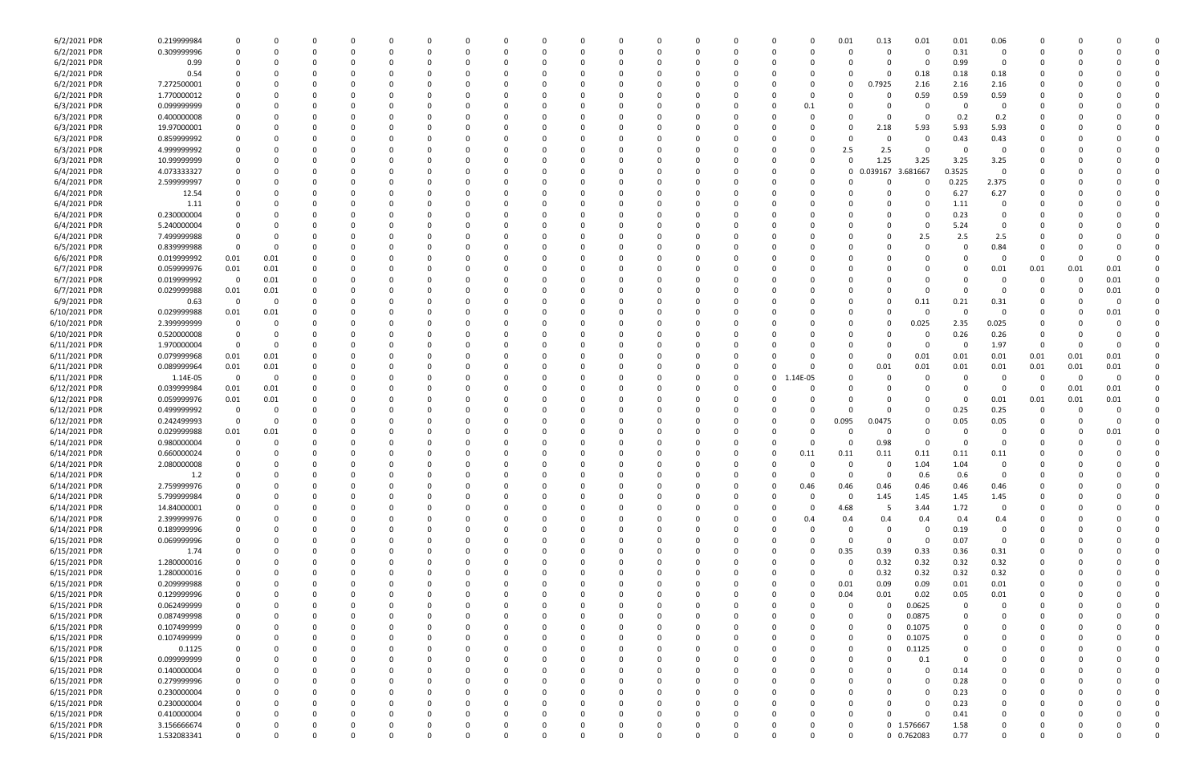| | | | | | | | | | | | | | | | | | | | | | | | | | | | |
|---|---|---|---|---|---|---|---|---|---|---|---|---|---|---|---|---|---|---|---|---|---|---|---|---|---|---|---|
| 6/2/2021 PDR | 0.219999984 | 0 | 0 | 0 | 0 | 0 | 0 | 0 | 0 | 0 | 0 | 0 | 0 | 0 | 0 | 0 | 0 | 0.01 | 0.13 | 0.01 | 0.01 | 0.06 | 0 | 0 | 0 | 0 | 0 |
| 6/2/2021 PDR | 0.309999996 | 0 | 0 | 0 | 0 | 0 | 0 | 0 | 0 | 0 | 0 | 0 | 0 | 0 | 0 | 0 | 0 | 0 | 0 | 0 | 0.31 | 0 | 0 | 0 | 0 | 0 | 0 |
| 6/2/2021 PDR | 0.99 | 0 | 0 | 0 | 0 | 0 | 0 | 0 | 0 | 0 | 0 | 0 | 0 | 0 | 0 | 0 | 0 | 0 | 0 | 0 | 0.99 | 0 | 0 | 0 | 0 | 0 | 0 |
| 6/2/2021 PDR | 0.54 | 0 | 0 | 0 | 0 | 0 | 0 | 0 | 0 | 0 | 0 | 0 | 0 | 0 | 0 | 0 | 0 | 0 | 0 | 0.18 | 0.18 | 0.18 | 0 | 0 | 0 | 0 | 0 |
| 6/2/2021 PDR | 7.272500001 | 0 | 0 | 0 | 0 | 0 | 0 | 0 | 0 | 0 | 0 | 0 | 0 | 0 | 0 | 0 | 0 | 0 | 0.7925 | 2.16 | 2.16 | 2.16 | 0 | 0 | 0 | 0 | 0 |
| 6/2/2021 PDR | 1.770000012 | 0 | 0 | 0 | 0 | 0 | 0 | 0 | 0 | 0 | 0 | 0 | 0 | 0 | 0 | 0 | 0 | 0 | 0 | 0.59 | 0.59 | 0.59 | 0 | 0 | 0 | 0 | 0 |
| 6/3/2021 PDR | 0.099999999 | 0 | 0 | 0 | 0 | 0 | 0 | 0 | 0 | 0 | 0 | 0 | 0 | 0 | 0 | 0 | 0.1 | 0 | 0 | 0 | 0 | 0 | 0 | 0 | 0 | 0 | 0 |
| 6/3/2021 PDR | 0.400000008 | 0 | 0 | 0 | 0 | 0 | 0 | 0 | 0 | 0 | 0 | 0 | 0 | 0 | 0 | 0 | 0 | 0 | 0 | 0 | 0.2 | 0.2 | 0 | 0 | 0 | 0 | 0 |
| 6/3/2021 PDR | 19.97000001 | 0 | 0 | 0 | 0 | 0 | 0 | 0 | 0 | 0 | 0 | 0 | 0 | 0 | 0 | 0 | 0 | 0 | 2.18 | 5.93 | 5.93 | 5.93 | 0 | 0 | 0 | 0 | 0 |
| 6/3/2021 PDR | 0.859999992 | 0 | 0 | 0 | 0 | 0 | 0 | 0 | 0 | 0 | 0 | 0 | 0 | 0 | 0 | 0 | 0 | 0 | 0 | 0 | 0.43 | 0.43 | 0 | 0 | 0 | 0 | 0 |
| 6/3/2021 PDR | 4.999999992 | 0 | 0 | 0 | 0 | 0 | 0 | 0 | 0 | 0 | 0 | 0 | 0 | 0 | 0 | 0 | 0 | 2.5 | 2.5 | 0 | 0 | 0 | 0 | 0 | 0 | 0 | 0 |
| 6/3/2021 PDR | 10.99999999 | 0 | 0 | 0 | 0 | 0 | 0 | 0 | 0 | 0 | 0 | 0 | 0 | 0 | 0 | 0 | 0 | 0 | 1.25 | 3.25 | 3.25 | 3.25 | 0 | 0 | 0 | 0 | 0 |
| 6/4/2021 PDR | 4.073333327 | 0 | 0 | 0 | 0 | 0 | 0 | 0 | 0 | 0 | 0 | 0 | 0 | 0 | 0 | 0 | 0 | 0 | 0.039167 | 3.681667 | 0.3525 | 0 | 0 | 0 | 0 | 0 | 0 |
| 6/4/2021 PDR | 2.599999997 | 0 | 0 | 0 | 0 | 0 | 0 | 0 | 0 | 0 | 0 | 0 | 0 | 0 | 0 | 0 | 0 | 0 | 0 | 0 | 0.225 | 2.375 | 0 | 0 | 0 | 0 | 0 |
| 6/4/2021 PDR | 12.54 | 0 | 0 | 0 | 0 | 0 | 0 | 0 | 0 | 0 | 0 | 0 | 0 | 0 | 0 | 0 | 0 | 0 | 0 | 0 | 6.27 | 6.27 | 0 | 0 | 0 | 0 | 0 |
| 6/4/2021 PDR | 1.11 | 0 | 0 | 0 | 0 | 0 | 0 | 0 | 0 | 0 | 0 | 0 | 0 | 0 | 0 | 0 | 0 | 0 | 0 | 0 | 1.11 | 0 | 0 | 0 | 0 | 0 | 0 |
| 6/4/2021 PDR | 0.230000004 | 0 | 0 | 0 | 0 | 0 | 0 | 0 | 0 | 0 | 0 | 0 | 0 | 0 | 0 | 0 | 0 | 0 | 0 | 0 | 0.23 | 0 | 0 | 0 | 0 | 0 | 0 |
| 6/4/2021 PDR | 5.240000004 | 0 | 0 | 0 | 0 | 0 | 0 | 0 | 0 | 0 | 0 | 0 | 0 | 0 | 0 | 0 | 0 | 0 | 0 | 0 | 5.24 | 0 | 0 | 0 | 0 | 0 | 0 |
| 6/4/2021 PDR | 7.499999988 | 0 | 0 | 0 | 0 | 0 | 0 | 0 | 0 | 0 | 0 | 0 | 0 | 0 | 0 | 0 | 0 | 0 | 0 | 2.5 | 2.5 | 2.5 | 0 | 0 | 0 | 0 | 0 |
| 6/5/2021 PDR | 0.839999988 | 0 | 0 | 0 | 0 | 0 | 0 | 0 | 0 | 0 | 0 | 0 | 0 | 0 | 0 | 0 | 0 | 0 | 0 | 0 | 0 | 0.84 | 0 | 0 | 0 | 0 | 0 |
| 6/6/2021 PDR | 0.019999992 | 0.01 | 0.01 | 0 | 0 | 0 | 0 | 0 | 0 | 0 | 0 | 0 | 0 | 0 | 0 | 0 | 0 | 0 | 0 | 0 | 0 | 0 | 0 | 0 | 0 | 0 | 0 |
| 6/7/2021 PDR | 0.059999976 | 0.01 | 0.01 | 0 | 0 | 0 | 0 | 0 | 0 | 0 | 0 | 0 | 0 | 0 | 0 | 0 | 0 | 0 | 0 | 0 | 0 | 0.01 | 0.01 | 0.01 | 0.01 | 0 | 0 |
| 6/7/2021 PDR | 0.019999992 | 0 | 0.01 | 0 | 0 | 0 | 0 | 0 | 0 | 0 | 0 | 0 | 0 | 0 | 0 | 0 | 0 | 0 | 0 | 0 | 0 | 0 | 0 | 0 | 0.01 | 0 | 0 |
| 6/7/2021 PDR | 0.029999988 | 0.01 | 0.01 | 0 | 0 | 0 | 0 | 0 | 0 | 0 | 0 | 0 | 0 | 0 | 0 | 0 | 0 | 0 | 0 | 0 | 0 | 0 | 0 | 0 | 0.01 | 0 | 0 |
| 6/9/2021 PDR | 0.63 | 0 | 0 | 0 | 0 | 0 | 0 | 0 | 0 | 0 | 0 | 0 | 0 | 0 | 0 | 0 | 0 | 0 | 0 | 0.11 | 0.21 | 0.31 | 0 | 0 | 0 | 0 | 0 |
| 6/10/2021 PDR | 0.029999988 | 0.01 | 0.01 | 0 | 0 | 0 | 0 | 0 | 0 | 0 | 0 | 0 | 0 | 0 | 0 | 0 | 0 | 0 | 0 | 0 | 0 | 0 | 0 | 0 | 0.01 | 0 | 0 |
| 6/10/2021 PDR | 2.399999999 | 0 | 0 | 0 | 0 | 0 | 0 | 0 | 0 | 0 | 0 | 0 | 0 | 0 | 0 | 0 | 0 | 0 | 0 | 0.025 | 2.35 | 0.025 | 0 | 0 | 0 | 0 | 0 |
| 6/10/2021 PDR | 0.520000008 | 0 | 0 | 0 | 0 | 0 | 0 | 0 | 0 | 0 | 0 | 0 | 0 | 0 | 0 | 0 | 0 | 0 | 0 | 0 | 0.26 | 0.26 | 0 | 0 | 0 | 0 | 0 |
| 6/11/2021 PDR | 1.970000004 | 0 | 0 | 0 | 0 | 0 | 0 | 0 | 0 | 0 | 0 | 0 | 0 | 0 | 0 | 0 | 0 | 0 | 0 | 0 | 0 | 1.97 | 0 | 0 | 0 | 0 | 0 |
| 6/11/2021 PDR | 0.079999968 | 0.01 | 0.01 | 0 | 0 | 0 | 0 | 0 | 0 | 0 | 0 | 0 | 0 | 0 | 0 | 0 | 0 | 0 | 0 | 0.01 | 0.01 | 0.01 | 0.01 | 0.01 | 0.01 | 0 | 0 |
| 6/11/2021 PDR | 0.089999964 | 0.01 | 0.01 | 0 | 0 | 0 | 0 | 0 | 0 | 0 | 0 | 0 | 0 | 0 | 0 | 0 | 0 | 0 | 0.01 | 0.01 | 0.01 | 0.01 | 0.01 | 0.01 | 0.01 | 0 | 0 |
| 6/11/2021 PDR | 1.14E-05 | 0 | 0 | 0 | 0 | 0 | 0 | 0 | 0 | 0 | 0 | 0 | 0 | 0 | 0 | 0 | 1.14E-05 | 0 | 0 | 0 | 0 | 0 | 0 | 0 | 0 | 0 | 0 |
| 6/12/2021 PDR | 0.039999984 | 0.01 | 0.01 | 0 | 0 | 0 | 0 | 0 | 0 | 0 | 0 | 0 | 0 | 0 | 0 | 0 | 0 | 0 | 0 | 0 | 0 | 0 | 0 | 0.01 | 0.01 | 0 | 0 |
| 6/12/2021 PDR | 0.059999976 | 0.01 | 0.01 | 0 | 0 | 0 | 0 | 0 | 0 | 0 | 0 | 0 | 0 | 0 | 0 | 0 | 0 | 0 | 0 | 0 | 0 | 0.01 | 0.01 | 0.01 | 0.01 | 0 | 0 |
| 6/12/2021 PDR | 0.499999992 | 0 | 0 | 0 | 0 | 0 | 0 | 0 | 0 | 0 | 0 | 0 | 0 | 0 | 0 | 0 | 0 | 0 | 0 | 0 | 0.25 | 0.25 | 0 | 0 | 0 | 0 | 0 |
| 6/12/2021 PDR | 0.242499993 | 0 | 0 | 0 | 0 | 0 | 0 | 0 | 0 | 0 | 0 | 0 | 0 | 0 | 0 | 0 | 0 | 0.095 | 0.0475 | 0 | 0.05 | 0.05 | 0 | 0 | 0 | 0 | 0 |
| 6/14/2021 PDR | 0.029999988 | 0.01 | 0.01 | 0 | 0 | 0 | 0 | 0 | 0 | 0 | 0 | 0 | 0 | 0 | 0 | 0 | 0 | 0 | 0 | 0 | 0 | 0 | 0 | 0 | 0.01 | 0 | 0 |
| 6/14/2021 PDR | 0.980000004 | 0 | 0 | 0 | 0 | 0 | 0 | 0 | 0 | 0 | 0 | 0 | 0 | 0 | 0 | 0 | 0 | 0 | 0.98 | 0 | 0 | 0 | 0 | 0 | 0 | 0 | 0 |
| 6/14/2021 PDR | 0.660000024 | 0 | 0 | 0 | 0 | 0 | 0 | 0 | 0 | 0 | 0 | 0 | 0 | 0 | 0 | 0 | 0.11 | 0.11 | 0.11 | 0.11 | 0.11 | 0.11 | 0 | 0 | 0 | 0 | 0 |
| 6/14/2021 PDR | 2.080000008 | 0 | 0 | 0 | 0 | 0 | 0 | 0 | 0 | 0 | 0 | 0 | 0 | 0 | 0 | 0 | 0 | 0 | 0 | 1.04 | 1.04 | 0 | 0 | 0 | 0 | 0 | 0 |
| 6/14/2021 PDR | 1.2 | 0 | 0 | 0 | 0 | 0 | 0 | 0 | 0 | 0 | 0 | 0 | 0 | 0 | 0 | 0 | 0 | 0 | 0 | 0.6 | 0.6 | 0 | 0 | 0 | 0 | 0 | 0 |
| 6/14/2021 PDR | 2.759999976 | 0 | 0 | 0 | 0 | 0 | 0 | 0 | 0 | 0 | 0 | 0 | 0 | 0 | 0 | 0 | 0.46 | 0.46 | 0.46 | 0.46 | 0.46 | 0.46 | 0 | 0 | 0 | 0 | 0 |
| 6/14/2021 PDR | 5.799999984 | 0 | 0 | 0 | 0 | 0 | 0 | 0 | 0 | 0 | 0 | 0 | 0 | 0 | 0 | 0 | 0 | 0 | 1.45 | 1.45 | 1.45 | 1.45 | 0 | 0 | 0 | 0 | 0 |
| 6/14/2021 PDR | 14.84000001 | 0 | 0 | 0 | 0 | 0 | 0 | 0 | 0 | 0 | 0 | 0 | 0 | 0 | 0 | 0 | 0 | 4.68 | 5 | 3.44 | 1.72 | 0 | 0 | 0 | 0 | 0 | 0 |
| 6/14/2021 PDR | 2.399999976 | 0 | 0 | 0 | 0 | 0 | 0 | 0 | 0 | 0 | 0 | 0 | 0 | 0 | 0 | 0 | 0.4 | 0.4 | 0.4 | 0.4 | 0.4 | 0.4 | 0 | 0 | 0 | 0 | 0 |
| 6/14/2021 PDR | 0.189999996 | 0 | 0 | 0 | 0 | 0 | 0 | 0 | 0 | 0 | 0 | 0 | 0 | 0 | 0 | 0 | 0 | 0 | 0 | 0 | 0.19 | 0 | 0 | 0 | 0 | 0 | 0 |
| 6/15/2021 PDR | 0.069999996 | 0 | 0 | 0 | 0 | 0 | 0 | 0 | 0 | 0 | 0 | 0 | 0 | 0 | 0 | 0 | 0 | 0 | 0 | 0 | 0.07 | 0 | 0 | 0 | 0 | 0 | 0 |
| 6/15/2021 PDR | 1.74 | 0 | 0 | 0 | 0 | 0 | 0 | 0 | 0 | 0 | 0 | 0 | 0 | 0 | 0 | 0 | 0 | 0.35 | 0.39 | 0.33 | 0.36 | 0.31 | 0 | 0 | 0 | 0 | 0 |
| 6/15/2021 PDR | 1.280000016 | 0 | 0 | 0 | 0 | 0 | 0 | 0 | 0 | 0 | 0 | 0 | 0 | 0 | 0 | 0 | 0 | 0 | 0.32 | 0.32 | 0.32 | 0.32 | 0 | 0 | 0 | 0 | 0 |
| 6/15/2021 PDR | 1.280000016 | 0 | 0 | 0 | 0 | 0 | 0 | 0 | 0 | 0 | 0 | 0 | 0 | 0 | 0 | 0 | 0 | 0 | 0.32 | 0.32 | 0.32 | 0.32 | 0 | 0 | 0 | 0 | 0 |
| 6/15/2021 PDR | 0.209999988 | 0 | 0 | 0 | 0 | 0 | 0 | 0 | 0 | 0 | 0 | 0 | 0 | 0 | 0 | 0 | 0 | 0.01 | 0.09 | 0.09 | 0.01 | 0.01 | 0 | 0 | 0 | 0 | 0 |
| 6/15/2021 PDR | 0.129999996 | 0 | 0 | 0 | 0 | 0 | 0 | 0 | 0 | 0 | 0 | 0 | 0 | 0 | 0 | 0 | 0 | 0.04 | 0.01 | 0.02 | 0.05 | 0.01 | 0 | 0 | 0 | 0 | 0 |
| 6/15/2021 PDR | 0.062499999 | 0 | 0 | 0 | 0 | 0 | 0 | 0 | 0 | 0 | 0 | 0 | 0 | 0 | 0 | 0 | 0 | 0 | 0 | 0.0625 | 0 | 0 | 0 | 0 | 0 | 0 | 0 |
| 6/15/2021 PDR | 0.087499998 | 0 | 0 | 0 | 0 | 0 | 0 | 0 | 0 | 0 | 0 | 0 | 0 | 0 | 0 | 0 | 0 | 0 | 0 | 0.0875 | 0 | 0 | 0 | 0 | 0 | 0 | 0 |
| 6/15/2021 PDR | 0.107499999 | 0 | 0 | 0 | 0 | 0 | 0 | 0 | 0 | 0 | 0 | 0 | 0 | 0 | 0 | 0 | 0 | 0 | 0 | 0.1075 | 0 | 0 | 0 | 0 | 0 | 0 | 0 |
| 6/15/2021 PDR | 0.107499999 | 0 | 0 | 0 | 0 | 0 | 0 | 0 | 0 | 0 | 0 | 0 | 0 | 0 | 0 | 0 | 0 | 0 | 0 | 0.1075 | 0 | 0 | 0 | 0 | 0 | 0 | 0 |
| 6/15/2021 PDR | 0.1125 | 0 | 0 | 0 | 0 | 0 | 0 | 0 | 0 | 0 | 0 | 0 | 0 | 0 | 0 | 0 | 0 | 0 | 0 | 0.1125 | 0 | 0 | 0 | 0 | 0 | 0 | 0 |
| 6/15/2021 PDR | 0.099999999 | 0 | 0 | 0 | 0 | 0 | 0 | 0 | 0 | 0 | 0 | 0 | 0 | 0 | 0 | 0 | 0 | 0 | 0 | 0.1 | 0 | 0 | 0 | 0 | 0 | 0 | 0 |
| 6/15/2021 PDR | 0.140000004 | 0 | 0 | 0 | 0 | 0 | 0 | 0 | 0 | 0 | 0 | 0 | 0 | 0 | 0 | 0 | 0 | 0 | 0 | 0 | 0.14 | 0 | 0 | 0 | 0 | 0 | 0 |
| 6/15/2021 PDR | 0.279999996 | 0 | 0 | 0 | 0 | 0 | 0 | 0 | 0 | 0 | 0 | 0 | 0 | 0 | 0 | 0 | 0 | 0 | 0 | 0 | 0.28 | 0 | 0 | 0 | 0 | 0 | 0 |
| 6/15/2021 PDR | 0.230000004 | 0 | 0 | 0 | 0 | 0 | 0 | 0 | 0 | 0 | 0 | 0 | 0 | 0 | 0 | 0 | 0 | 0 | 0 | 0 | 0.23 | 0 | 0 | 0 | 0 | 0 | 0 |
| 6/15/2021 PDR | 0.230000004 | 0 | 0 | 0 | 0 | 0 | 0 | 0 | 0 | 0 | 0 | 0 | 0 | 0 | 0 | 0 | 0 | 0 | 0 | 0 | 0.23 | 0 | 0 | 0 | 0 | 0 | 0 |
| 6/15/2021 PDR | 0.410000004 | 0 | 0 | 0 | 0 | 0 | 0 | 0 | 0 | 0 | 0 | 0 | 0 | 0 | 0 | 0 | 0 | 0 | 0 | 0 | 0.41 | 0 | 0 | 0 | 0 | 0 | 0 |
| 6/15/2021 PDR | 3.156666674 | 0 | 0 | 0 | 0 | 0 | 0 | 0 | 0 | 0 | 0 | 0 | 0 | 0 | 0 | 0 | 0 | 0 | 0 | 1.576667 | 1.58 | 0 | 0 | 0 | 0 | 0 | 0 |
| 6/15/2021 PDR | 1.532083341 | 0 | 0 | 0 | 0 | 0 | 0 | 0 | 0 | 0 | 0 | 0 | 0 | 0 | 0 | 0 | 0 | 0 | 0 | 0.762083 | 0.77 | 0 | 0 | 0 | 0 | 0 | 0 |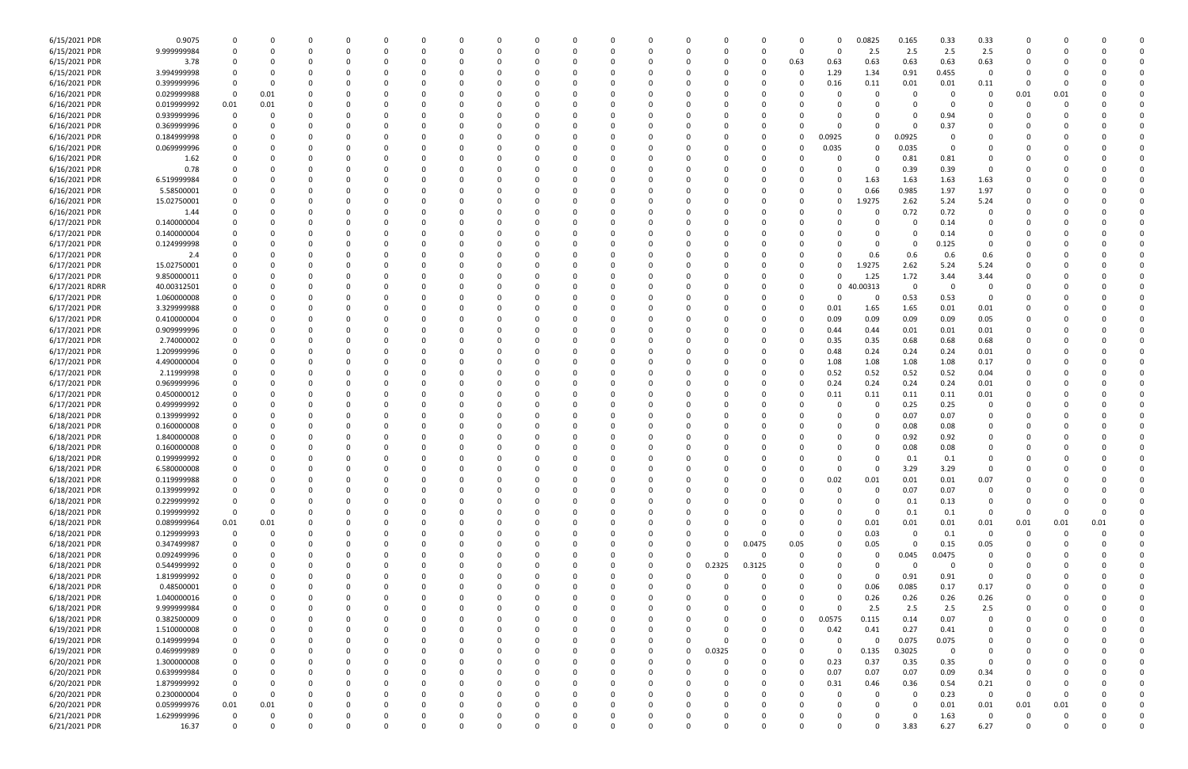| | | | | | | | | | | | | | | | | | | | | | | | | | | | |
|---|---|---|---|---|---|---|---|---|---|---|---|---|---|---|---|---|---|---|---|---|---|---|---|---|---|---|---|
| 6/15/2021 PDR | 0.9075 | 0 | 0 | 0 | 0 | 0 | 0 | 0 | 0 | 0 | 0 | 0 | 0 | 0 | 0 | 0 | 0 | 0 | 0.0825 | 0.165 | 0.33 | 0.33 | 0 | 0 | 0 | 0 | 0 |
| 6/15/2021 PDR | 9.999999984 | 0 | 0 | 0 | 0 | 0 | 0 | 0 | 0 | 0 | 0 | 0 | 0 | 0 | 0 | 0 | 0 | 0 | 2.5 | 2.5 | 2.5 | 2.5 | 0 | 0 | 0 | 0 | 0 |
| 6/15/2021 PDR | 3.78 | 0 | 0 | 0 | 0 | 0 | 0 | 0 | 0 | 0 | 0 | 0 | 0 | 0 | 0 | 0 | 0.63 | 0.63 | 0.63 | 0.63 | 0.63 | 0.63 | 0 | 0 | 0 | 0 | 0 |
| 6/15/2021 PDR | 3.994999998 | 0 | 0 | 0 | 0 | 0 | 0 | 0 | 0 | 0 | 0 | 0 | 0 | 0 | 0 | 0 | 0 | 1.29 | 1.34 | 0.91 | 0.455 | 0 | 0 | 0 | 0 | 0 | 0 |
| 6/16/2021 PDR | 0.399999996 | 0 | 0 | 0 | 0 | 0 | 0 | 0 | 0 | 0 | 0 | 0 | 0 | 0 | 0 | 0 | 0 | 0.16 | 0.11 | 0.01 | 0.01 | 0.11 | 0 | 0 | 0 | 0 | 0 |
| 6/16/2021 PDR | 0.029999988 | 0 | 0.01 | 0 | 0 | 0 | 0 | 0 | 0 | 0 | 0 | 0 | 0 | 0 | 0 | 0 | 0 | 0 | 0 | 0 | 0 | 0 | 0 | 0.01 | 0.01 | 0 | 0 |
| 6/16/2021 PDR | 0.019999992 | 0.01 | 0.01 | 0 | 0 | 0 | 0 | 0 | 0 | 0 | 0 | 0 | 0 | 0 | 0 | 0 | 0 | 0 | 0 | 0 | 0 | 0 | 0 | 0 | 0 | 0 | 0 |
| 6/16/2021 PDR | 0.939999996 | 0 | 0 | 0 | 0 | 0 | 0 | 0 | 0 | 0 | 0 | 0 | 0 | 0 | 0 | 0 | 0 | 0 | 0 | 0 | 0.94 | 0 | 0 | 0 | 0 | 0 | 0 |
| 6/16/2021 PDR | 0.369999996 | 0 | 0 | 0 | 0 | 0 | 0 | 0 | 0 | 0 | 0 | 0 | 0 | 0 | 0 | 0 | 0 | 0 | 0 | 0 | 0.37 | 0 | 0 | 0 | 0 | 0 | 0 |
| 6/16/2021 PDR | 0.184999998 | 0 | 0 | 0 | 0 | 0 | 0 | 0 | 0 | 0 | 0 | 0 | 0 | 0 | 0 | 0 | 0 | 0.0925 | 0 | 0.0925 | 0 | 0 | 0 | 0 | 0 | 0 | 0 |
| 6/16/2021 PDR | 0.069999996 | 0 | 0 | 0 | 0 | 0 | 0 | 0 | 0 | 0 | 0 | 0 | 0 | 0 | 0 | 0 | 0 | 0.035 | 0 | 0.035 | 0 | 0 | 0 | 0 | 0 | 0 | 0 |
| 6/16/2021 PDR | 1.62 | 0 | 0 | 0 | 0 | 0 | 0 | 0 | 0 | 0 | 0 | 0 | 0 | 0 | 0 | 0 | 0 | 0 | 0 | 0.81 | 0.81 | 0 | 0 | 0 | 0 | 0 | 0 |
| 6/16/2021 PDR | 0.78 | 0 | 0 | 0 | 0 | 0 | 0 | 0 | 0 | 0 | 0 | 0 | 0 | 0 | 0 | 0 | 0 | 0 | 0 | 0.39 | 0.39 | 0 | 0 | 0 | 0 | 0 | 0 |
| 6/16/2021 PDR | 6.519999984 | 0 | 0 | 0 | 0 | 0 | 0 | 0 | 0 | 0 | 0 | 0 | 0 | 0 | 0 | 0 | 0 | 0 | 1.63 | 1.63 | 1.63 | 1.63 | 0 | 0 | 0 | 0 | 0 |
| 6/16/2021 PDR | 5.58500001 | 0 | 0 | 0 | 0 | 0 | 0 | 0 | 0 | 0 | 0 | 0 | 0 | 0 | 0 | 0 | 0 | 0 | 0.66 | 0.985 | 1.97 | 1.97 | 0 | 0 | 0 | 0 | 0 |
| 6/16/2021 PDR | 15.02750001 | 0 | 0 | 0 | 0 | 0 | 0 | 0 | 0 | 0 | 0 | 0 | 0 | 0 | 0 | 0 | 0 | 0 | 1.9275 | 2.62 | 5.24 | 5.24 | 0 | 0 | 0 | 0 | 0 |
| 6/16/2021 PDR | 1.44 | 0 | 0 | 0 | 0 | 0 | 0 | 0 | 0 | 0 | 0 | 0 | 0 | 0 | 0 | 0 | 0 | 0 | 0 | 0.72 | 0.72 | 0 | 0 | 0 | 0 | 0 | 0 |
| 6/17/2021 PDR | 0.140000004 | 0 | 0 | 0 | 0 | 0 | 0 | 0 | 0 | 0 | 0 | 0 | 0 | 0 | 0 | 0 | 0 | 0 | 0 | 0 | 0.14 | 0 | 0 | 0 | 0 | 0 | 0 |
| 6/17/2021 PDR | 0.140000004 | 0 | 0 | 0 | 0 | 0 | 0 | 0 | 0 | 0 | 0 | 0 | 0 | 0 | 0 | 0 | 0 | 0 | 0 | 0 | 0.14 | 0 | 0 | 0 | 0 | 0 | 0 |
| 6/17/2021 PDR | 0.124999998 | 0 | 0 | 0 | 0 | 0 | 0 | 0 | 0 | 0 | 0 | 0 | 0 | 0 | 0 | 0 | 0 | 0 | 0 | 0 | 0.125 | 0 | 0 | 0 | 0 | 0 | 0 |
| 6/17/2021 PDR | 2.4 | 0 | 0 | 0 | 0 | 0 | 0 | 0 | 0 | 0 | 0 | 0 | 0 | 0 | 0 | 0 | 0 | 0 | 0.6 | 0.6 | 0.6 | 0.6 | 0 | 0 | 0 | 0 | 0 |
| 6/17/2021 PDR | 15.02750001 | 0 | 0 | 0 | 0 | 0 | 0 | 0 | 0 | 0 | 0 | 0 | 0 | 0 | 0 | 0 | 0 | 0 | 1.9275 | 2.62 | 5.24 | 5.24 | 0 | 0 | 0 | 0 | 0 |
| 6/17/2021 PDR | 9.850000011 | 0 | 0 | 0 | 0 | 0 | 0 | 0 | 0 | 0 | 0 | 0 | 0 | 0 | 0 | 0 | 0 | 0 | 1.25 | 1.72 | 3.44 | 3.44 | 0 | 0 | 0 | 0 | 0 |
| 6/17/2021 RDRR | 40.00312501 | 0 | 0 | 0 | 0 | 0 | 0 | 0 | 0 | 0 | 0 | 0 | 0 | 0 | 0 | 0 | 0 | 0 | 40.00313 | 0 | 0 | 0 | 0 | 0 | 0 | 0 | 0 |
| 6/17/2021 PDR | 1.060000008 | 0 | 0 | 0 | 0 | 0 | 0 | 0 | 0 | 0 | 0 | 0 | 0 | 0 | 0 | 0 | 0 | 0 | 0 | 0.53 | 0.53 | 0 | 0 | 0 | 0 | 0 | 0 |
| 6/17/2021 PDR | 3.329999988 | 0 | 0 | 0 | 0 | 0 | 0 | 0 | 0 | 0 | 0 | 0 | 0 | 0 | 0 | 0 | 0 | 0.01 | 1.65 | 1.65 | 0.01 | 0.01 | 0 | 0 | 0 | 0 | 0 |
| 6/17/2021 PDR | 0.410000004 | 0 | 0 | 0 | 0 | 0 | 0 | 0 | 0 | 0 | 0 | 0 | 0 | 0 | 0 | 0 | 0 | 0.09 | 0.09 | 0.09 | 0.09 | 0.05 | 0 | 0 | 0 | 0 | 0 |
| 6/17/2021 PDR | 0.909999996 | 0 | 0 | 0 | 0 | 0 | 0 | 0 | 0 | 0 | 0 | 0 | 0 | 0 | 0 | 0 | 0 | 0.44 | 0.44 | 0.01 | 0.01 | 0.01 | 0 | 0 | 0 | 0 | 0 |
| 6/17/2021 PDR | 2.74000002 | 0 | 0 | 0 | 0 | 0 | 0 | 0 | 0 | 0 | 0 | 0 | 0 | 0 | 0 | 0 | 0 | 0.35 | 0.35 | 0.68 | 0.68 | 0.68 | 0 | 0 | 0 | 0 | 0 |
| 6/17/2021 PDR | 1.209999996 | 0 | 0 | 0 | 0 | 0 | 0 | 0 | 0 | 0 | 0 | 0 | 0 | 0 | 0 | 0 | 0 | 0.48 | 0.24 | 0.24 | 0.24 | 0.01 | 0 | 0 | 0 | 0 | 0 |
| 6/17/2021 PDR | 4.490000004 | 0 | 0 | 0 | 0 | 0 | 0 | 0 | 0 | 0 | 0 | 0 | 0 | 0 | 0 | 0 | 0 | 1.08 | 1.08 | 1.08 | 1.08 | 0.17 | 0 | 0 | 0 | 0 | 0 |
| 6/17/2021 PDR | 2.11999998 | 0 | 0 | 0 | 0 | 0 | 0 | 0 | 0 | 0 | 0 | 0 | 0 | 0 | 0 | 0 | 0 | 0.52 | 0.52 | 0.52 | 0.52 | 0.04 | 0 | 0 | 0 | 0 | 0 |
| 6/17/2021 PDR | 0.969999996 | 0 | 0 | 0 | 0 | 0 | 0 | 0 | 0 | 0 | 0 | 0 | 0 | 0 | 0 | 0 | 0 | 0.24 | 0.24 | 0.24 | 0.24 | 0.01 | 0 | 0 | 0 | 0 | 0 |
| 6/17/2021 PDR | 0.450000012 | 0 | 0 | 0 | 0 | 0 | 0 | 0 | 0 | 0 | 0 | 0 | 0 | 0 | 0 | 0 | 0 | 0.11 | 0.11 | 0.11 | 0.11 | 0.01 | 0 | 0 | 0 | 0 | 0 |
| 6/17/2021 PDR | 0.499999992 | 0 | 0 | 0 | 0 | 0 | 0 | 0 | 0 | 0 | 0 | 0 | 0 | 0 | 0 | 0 | 0 | 0 | 0 | 0.25 | 0.25 | 0 | 0 | 0 | 0 | 0 | 0 |
| 6/18/2021 PDR | 0.139999992 | 0 | 0 | 0 | 0 | 0 | 0 | 0 | 0 | 0 | 0 | 0 | 0 | 0 | 0 | 0 | 0 | 0 | 0 | 0.07 | 0.07 | 0 | 0 | 0 | 0 | 0 | 0 |
| 6/18/2021 PDR | 0.160000008 | 0 | 0 | 0 | 0 | 0 | 0 | 0 | 0 | 0 | 0 | 0 | 0 | 0 | 0 | 0 | 0 | 0 | 0 | 0.08 | 0.08 | 0 | 0 | 0 | 0 | 0 | 0 |
| 6/18/2021 PDR | 1.840000008 | 0 | 0 | 0 | 0 | 0 | 0 | 0 | 0 | 0 | 0 | 0 | 0 | 0 | 0 | 0 | 0 | 0 | 0 | 0.92 | 0.92 | 0 | 0 | 0 | 0 | 0 | 0 |
| 6/18/2021 PDR | 0.160000008 | 0 | 0 | 0 | 0 | 0 | 0 | 0 | 0 | 0 | 0 | 0 | 0 | 0 | 0 | 0 | 0 | 0 | 0 | 0.08 | 0.08 | 0 | 0 | 0 | 0 | 0 | 0 |
| 6/18/2021 PDR | 0.199999992 | 0 | 0 | 0 | 0 | 0 | 0 | 0 | 0 | 0 | 0 | 0 | 0 | 0 | 0 | 0 | 0 | 0 | 0 | 0.1 | 0.1 | 0 | 0 | 0 | 0 | 0 | 0 |
| 6/18/2021 PDR | 6.580000008 | 0 | 0 | 0 | 0 | 0 | 0 | 0 | 0 | 0 | 0 | 0 | 0 | 0 | 0 | 0 | 0 | 0 | 0 | 3.29 | 3.29 | 0 | 0 | 0 | 0 | 0 | 0 |
| 6/18/2021 PDR | 0.119999988 | 0 | 0 | 0 | 0 | 0 | 0 | 0 | 0 | 0 | 0 | 0 | 0 | 0 | 0 | 0 | 0 | 0.02 | 0.01 | 0.01 | 0.01 | 0.07 | 0 | 0 | 0 | 0 | 0 |
| 6/18/2021 PDR | 0.139999992 | 0 | 0 | 0 | 0 | 0 | 0 | 0 | 0 | 0 | 0 | 0 | 0 | 0 | 0 | 0 | 0 | 0 | 0 | 0.07 | 0.07 | 0 | 0 | 0 | 0 | 0 | 0 |
| 6/18/2021 PDR | 0.229999992 | 0 | 0 | 0 | 0 | 0 | 0 | 0 | 0 | 0 | 0 | 0 | 0 | 0 | 0 | 0 | 0 | 0 | 0 | 0.1 | 0.13 | 0 | 0 | 0 | 0 | 0 | 0 |
| 6/18/2021 PDR | 0.199999992 | 0 | 0 | 0 | 0 | 0 | 0 | 0 | 0 | 0 | 0 | 0 | 0 | 0 | 0 | 0 | 0 | 0 | 0 | 0.1 | 0.1 | 0 | 0 | 0 | 0 | 0 | 0 |
| 6/18/2021 PDR | 0.089999964 | 0.01 | 0.01 | 0 | 0 | 0 | 0 | 0 | 0 | 0 | 0 | 0 | 0 | 0 | 0 | 0 | 0 | 0 | 0 | 0.01 | 0.01 | 0.01 | 0.01 | 0.01 | 0.01 | 0.01 | 0 |
| 6/18/2021 PDR | 0.129999993 | 0 | 0 | 0 | 0 | 0 | 0 | 0 | 0 | 0 | 0 | 0 | 0 | 0 | 0 | 0 | 0 | 0 | 0.03 | 0 | 0.1 | 0 | 0 | 0 | 0 | 0 | 0 |
| 6/18/2021 PDR | 0.347499987 | 0 | 0 | 0 | 0 | 0 | 0 | 0 | 0 | 0 | 0 | 0 | 0 | 0 | 0 | 0.0475 | 0.05 | 0 | 0.05 | 0 | 0.15 | 0.05 | 0 | 0 | 0 | 0 | 0 |
| 6/18/2021 PDR | 0.092499996 | 0 | 0 | 0 | 0 | 0 | 0 | 0 | 0 | 0 | 0 | 0 | 0 | 0 | 0 | 0 | 0 | 0 | 0 | 0.045 | 0.0475 | 0 | 0 | 0 | 0 | 0 | 0 |
| 6/18/2021 PDR | 0.544999992 | 0 | 0 | 0 | 0 | 0 | 0 | 0 | 0 | 0 | 0 | 0 | 0 | 0 | 0.2325 | 0.3125 | 0 | 0 | 0 | 0 | 0 | 0 | 0 | 0 | 0 | 0 | 0 |
| 6/18/2021 PDR | 1.819999992 | 0 | 0 | 0 | 0 | 0 | 0 | 0 | 0 | 0 | 0 | 0 | 0 | 0 | 0 | 0 | 0 | 0 | 0 | 0.91 | 0.91 | 0 | 0 | 0 | 0 | 0 | 0 |
| 6/18/2021 PDR | 0.48500001 | 0 | 0 | 0 | 0 | 0 | 0 | 0 | 0 | 0 | 0 | 0 | 0 | 0 | 0 | 0 | 0 | 0 | 0.06 | 0.085 | 0.17 | 0.17 | 0 | 0 | 0 | 0 | 0 |
| 6/18/2021 PDR | 1.040000016 | 0 | 0 | 0 | 0 | 0 | 0 | 0 | 0 | 0 | 0 | 0 | 0 | 0 | 0 | 0 | 0 | 0 | 0.26 | 0.26 | 0.26 | 0.26 | 0 | 0 | 0 | 0 | 0 |
| 6/18/2021 PDR | 9.999999984 | 0 | 0 | 0 | 0 | 0 | 0 | 0 | 0 | 0 | 0 | 0 | 0 | 0 | 0 | 0 | 0 | 0 | 2.5 | 2.5 | 2.5 | 2.5 | 0 | 0 | 0 | 0 | 0 |
| 6/18/2021 PDR | 0.382500009 | 0 | 0 | 0 | 0 | 0 | 0 | 0 | 0 | 0 | 0 | 0 | 0 | 0 | 0 | 0 | 0 | 0.0575 | 0.115 | 0.14 | 0.07 | 0 | 0 | 0 | 0 | 0 | 0 |
| 6/19/2021 PDR | 1.510000008 | 0 | 0 | 0 | 0 | 0 | 0 | 0 | 0 | 0 | 0 | 0 | 0 | 0 | 0 | 0 | 0 | 0.42 | 0.41 | 0.27 | 0.41 | 0 | 0 | 0 | 0 | 0 | 0 |
| 6/19/2021 PDR | 0.149999994 | 0 | 0 | 0 | 0 | 0 | 0 | 0 | 0 | 0 | 0 | 0 | 0 | 0 | 0 | 0 | 0 | 0 | 0 | 0.075 | 0.075 | 0 | 0 | 0 | 0 | 0 | 0 |
| 6/19/2021 PDR | 0.469999989 | 0 | 0 | 0 | 0 | 0 | 0 | 0 | 0 | 0 | 0 | 0 | 0 | 0 | 0.0325 | 0 | 0 | 0 | 0.135 | 0.3025 | 0 | 0 | 0 | 0 | 0 | 0 | 0 |
| 6/20/2021 PDR | 1.300000008 | 0 | 0 | 0 | 0 | 0 | 0 | 0 | 0 | 0 | 0 | 0 | 0 | 0 | 0 | 0 | 0 | 0.23 | 0.37 | 0.35 | 0.35 | 0 | 0 | 0 | 0 | 0 | 0 |
| 6/20/2021 PDR | 0.639999984 | 0 | 0 | 0 | 0 | 0 | 0 | 0 | 0 | 0 | 0 | 0 | 0 | 0 | 0 | 0 | 0 | 0.07 | 0.07 | 0.07 | 0.09 | 0.34 | 0 | 0 | 0 | 0 | 0 |
| 6/20/2021 PDR | 1.879999992 | 0 | 0 | 0 | 0 | 0 | 0 | 0 | 0 | 0 | 0 | 0 | 0 | 0 | 0 | 0 | 0 | 0.31 | 0.46 | 0.36 | 0.54 | 0.21 | 0 | 0 | 0 | 0 | 0 |
| 6/20/2021 PDR | 0.230000004 | 0 | 0 | 0 | 0 | 0 | 0 | 0 | 0 | 0 | 0 | 0 | 0 | 0 | 0 | 0 | 0 | 0 | 0 | 0 | 0.23 | 0 | 0 | 0 | 0 | 0 | 0 |
| 6/20/2021 PDR | 0.059999976 | 0.01 | 0.01 | 0 | 0 | 0 | 0 | 0 | 0 | 0 | 0 | 0 | 0 | 0 | 0 | 0 | 0 | 0 | 0 | 0 | 0 | 0.01 | 0.01 | 0.01 | 0.01 | 0 | 0 |
| 6/21/2021 PDR | 1.629999996 | 0 | 0 | 0 | 0 | 0 | 0 | 0 | 0 | 0 | 0 | 0 | 0 | 0 | 0 | 0 | 0 | 0 | 0 | 0 | 1.63 | 0 | 0 | 0 | 0 | 0 | 0 |
| 6/21/2021 PDR | 16.37 | 0 | 0 | 0 | 0 | 0 | 0 | 0 | 0 | 0 | 0 | 0 | 0 | 0 | 0 | 0 | 0 | 0 | 0 | 3.83 | 6.27 | 6.27 | 0 | 0 | 0 | 0 | 0 |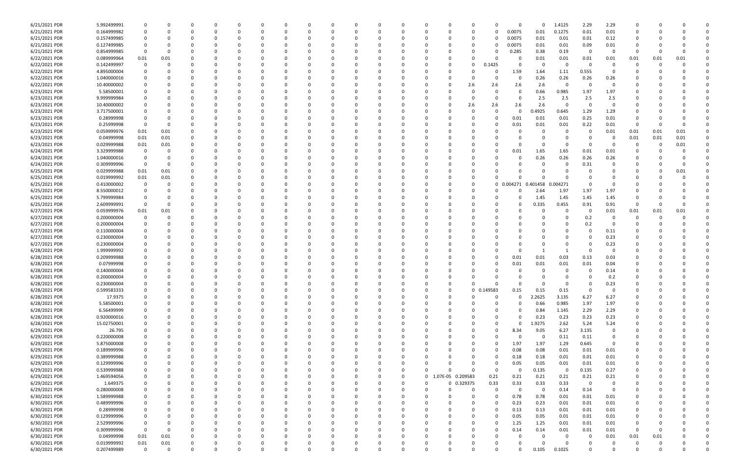| | | | | | | | | | | | | | | | | | | | | | | | | | | | |
|---|---|---|---|---|---|---|---|---|---|---|---|---|---|---|---|---|---|---|---|---|---|---|---|---|---|---|---|
| 6/21/2021 PDR | 5.992499991 | 0 | 0 | 0 | 0 | 0 | 0 | 0 | 0 | 0 | 0 | 0 | 0 | 0 | 0 | 0 | 0 | 0 | 0 | 1.4125 | 2.29 | 2.29 | 0 | 0 | 0 | 0 | 0 |
| 6/21/2021 PDR | 0.164999982 | 0 | 0 | 0 | 0 | 0 | 0 | 0 | 0 | 0 | 0 | 0 | 0 | 0 | 0 | 0 | 0 | 0.0075 | 0.01 | 0.1275 | 0.01 | 0.01 | 0 | 0 | 0 | 0 | 0 |
| 6/21/2021 PDR | 0.157499985 | 0 | 0 | 0 | 0 | 0 | 0 | 0 | 0 | 0 | 0 | 0 | 0 | 0 | 0 | 0 | 0 | 0.0075 | 0.01 | 0.01 | 0.01 | 0.12 | 0 | 0 | 0 | 0 | 0 |
| 6/21/2021 PDR | 0.127499985 | 0 | 0 | 0 | 0 | 0 | 0 | 0 | 0 | 0 | 0 | 0 | 0 | 0 | 0 | 0 | 0 | 0.0075 | 0.01 | 0.01 | 0.09 | 0.01 | 0 | 0 | 0 | 0 | 0 |
| 6/21/2021 PDR | 0.854999985 | 0 | 0 | 0 | 0 | 0 | 0 | 0 | 0 | 0 | 0 | 0 | 0 | 0 | 0 | 0 | 0 | 0.285 | 0.38 | 0.19 | 0 | 0 | 0 | 0 | 0 | 0 | 0 |
| 6/22/2021 PDR | 0.089999964 | 0.01 | 0.01 | 0 | 0 | 0 | 0 | 0 | 0 | 0 | 0 | 0 | 0 | 0 | 0 | 0 | 0 | 0 | 0 | 0.01 | 0.01 | 0.01 | 0.01 | 0.01 | 0.01 | 0.01 | 0 |
| 6/22/2021 PDR | 0.142499997 | 0 | 0 | 0 | 0 | 0 | 0 | 0 | 0 | 0 | 0 | 0 | 0 | 0 | 0 | 0 | 0.1425 | 0 | 0 | 0 | 0 | 0 | 0 | 0 | 0 | 0 | 0 |
| 6/22/2021 PDR | 4.895000004 | 0 | 0 | 0 | 0 | 0 | 0 | 0 | 0 | 0 | 0 | 0 | 0 | 0 | 0 | 0 | 0 | 1.59 | 1.64 | 1.11 | 0.555 | 0 | 0 | 0 | 0 | 0 | 0 |
| 6/22/2021 PDR | 1.040000016 | 0 | 0 | 0 | 0 | 0 | 0 | 0 | 0 | 0 | 0 | 0 | 0 | 0 | 0 | 0 | 0 | 0 | 0.26 | 0.26 | 0.26 | 0.26 | 0 | 0 | 0 | 0 | 0 |
| 6/22/2021 PDR | 10.40000002 | 0 | 0 | 0 | 0 | 0 | 0 | 0 | 0 | 0 | 0 | 0 | 0 | 0 | 0 | 2.6 | 2.6 | 2.6 | 2.6 | 0 | 0 | 0 | 0 | 0 | 0 | 0 | 0 |
| 6/23/2021 PDR | 5.58500001 | 0 | 0 | 0 | 0 | 0 | 0 | 0 | 0 | 0 | 0 | 0 | 0 | 0 | 0 | 0 | 0 | 0 | 0.66 | 0.985 | 1.97 | 1.97 | 0 | 0 | 0 | 0 | 0 |
| 6/23/2021 PDR | 9.999999984 | 0 | 0 | 0 | 0 | 0 | 0 | 0 | 0 | 0 | 0 | 0 | 0 | 0 | 0 | 0 | 0 | 0 | 2.5 | 2.5 | 2.5 | 2.5 | 0 | 0 | 0 | 0 | 0 |
| 6/23/2021 PDR | 10.40000002 | 0 | 0 | 0 | 0 | 0 | 0 | 0 | 0 | 0 | 0 | 0 | 0 | 0 | 0 | 2.6 | 2.6 | 2.6 | 2.6 | 0 | 0 | 0 | 0 | 0 | 0 | 0 | 0 |
| 6/23/2021 PDR | 3.717500001 | 0 | 0 | 0 | 0 | 0 | 0 | 0 | 0 | 0 | 0 | 0 | 0 | 0 | 0 | 0 | 0 | 0 | 0.4925 | 0.645 | 1.29 | 1.29 | 0 | 0 | 0 | 0 | 0 |
| 6/23/2021 PDR | 0.28999998 | 0 | 0 | 0 | 0 | 0 | 0 | 0 | 0 | 0 | 0 | 0 | 0 | 0 | 0 | 0 | 0 | 0.01 | 0.01 | 0.01 | 0.25 | 0.01 | 0 | 0 | 0 | 0 | 0 |
| 6/23/2021 PDR | 0.25999998 | 0 | 0 | 0 | 0 | 0 | 0 | 0 | 0 | 0 | 0 | 0 | 0 | 0 | 0 | 0 | 0 | 0.01 | 0.01 | 0.01 | 0.22 | 0.01 | 0 | 0 | 0 | 0 | 0 |
| 6/23/2021 PDR | 0.059999976 | 0.01 | 0.01 | 0 | 0 | 0 | 0 | 0 | 0 | 0 | 0 | 0 | 0 | 0 | 0 | 0 | 0 | 0 | 0 | 0 | 0 | 0 | 0.01 | 0.01 | 0.01 | 0.01 | 0 |
| 6/23/2021 PDR | 0.04999998 | 0.01 | 0.01 | 0 | 0 | 0 | 0 | 0 | 0 | 0 | 0 | 0 | 0 | 0 | 0 | 0 | 0 | 0 | 0 | 0 | 0 | 0 | 0 | 0.01 | 0.01 | 0.01 | 0 |
| 6/23/2021 PDR | 0.029999988 | 0.01 | 0.01 | 0 | 0 | 0 | 0 | 0 | 0 | 0 | 0 | 0 | 0 | 0 | 0 | 0 | 0 | 0 | 0 | 0 | 0 | 0 | 0 | 0 | 0 | 0.01 | 0 |
| 6/24/2021 PDR | 3.329999988 | 0 | 0 | 0 | 0 | 0 | 0 | 0 | 0 | 0 | 0 | 0 | 0 | 0 | 0 | 0 | 0 | 0.01 | 1.65 | 1.65 | 0.01 | 0.01 | 0 | 0 | 0 | 0 | 0 |
| 6/24/2021 PDR | 1.040000016 | 0 | 0 | 0 | 0 | 0 | 0 | 0 | 0 | 0 | 0 | 0 | 0 | 0 | 0 | 0 | 0 | 0 | 0.26 | 0.26 | 0.26 | 0.26 | 0 | 0 | 0 | 0 | 0 |
| 6/24/2021 PDR | 0.309999996 | 0 | 0 | 0 | 0 | 0 | 0 | 0 | 0 | 0 | 0 | 0 | 0 | 0 | 0 | 0 | 0 | 0 | 0 | 0 | 0.31 | 0 | 0 | 0 | 0 | 0 | 0 |
| 6/25/2021 PDR | 0.029999988 | 0.01 | 0.01 | 0 | 0 | 0 | 0 | 0 | 0 | 0 | 0 | 0 | 0 | 0 | 0 | 0 | 0 | 0 | 0 | 0 | 0 | 0 | 0 | 0 | 0 | 0.01 | 0 |
| 6/25/2021 PDR | 0.019999992 | 0.01 | 0.01 | 0 | 0 | 0 | 0 | 0 | 0 | 0 | 0 | 0 | 0 | 0 | 0 | 0 | 0 | 0 | 0 | 0 | 0 | 0 | 0 | 0 | 0 | 0 | 0 |
| 6/25/2021 PDR | 0.410000002 | 0 | 0 | 0 | 0 | 0 | 0 | 0 | 0 | 0 | 0 | 0 | 0 | 0 | 0 | 0 | 0 | 0.004271 | 0.401458 | 0.004271 | 0 | 0 | 0 | 0 | 0 | 0 | 0 |
| 6/25/2021 PDR | 8.550000012 | 0 | 0 | 0 | 0 | 0 | 0 | 0 | 0 | 0 | 0 | 0 | 0 | 0 | 0 | 0 | 0 | 0 | 2.64 | 1.97 | 1.97 | 1.97 | 0 | 0 | 0 | 0 | 0 |
| 6/25/2021 PDR | 5.799999984 | 0 | 0 | 0 | 0 | 0 | 0 | 0 | 0 | 0 | 0 | 0 | 0 | 0 | 0 | 0 | 0 | 0 | 1.45 | 1.45 | 1.45 | 1.45 | 0 | 0 | 0 | 0 | 0 |
| 6/25/2021 PDR | 2.609999991 | 0 | 0 | 0 | 0 | 0 | 0 | 0 | 0 | 0 | 0 | 0 | 0 | 0 | 0 | 0 | 0 | 0 | 0.335 | 0.455 | 0.91 | 0.91 | 0 | 0 | 0 | 0 | 0 |
| 6/27/2021 PDR | 0.059999976 | 0.01 | 0.01 | 0 | 0 | 0 | 0 | 0 | 0 | 0 | 0 | 0 | 0 | 0 | 0 | 0 | 0 | 0 | 0 | 0 | 0 | 0 | 0.01 | 0.01 | 0.01 | 0.01 | 0 |
| 6/27/2021 PDR | 0.200000004 | 0 | 0 | 0 | 0 | 0 | 0 | 0 | 0 | 0 | 0 | 0 | 0 | 0 | 0 | 0 | 0 | 0 | 0 | 0 | 0.2 | 0 | 0 | 0 | 0 | 0 | 0 |
| 6/27/2021 PDR | 0.200000004 | 0 | 0 | 0 | 0 | 0 | 0 | 0 | 0 | 0 | 0 | 0 | 0 | 0 | 0 | 0 | 0 | 0 | 0 | 0 | 0.2 | 0 | 0 | 0 | 0 | 0 | 0 |
| 6/27/2021 PDR | 0.110000004 | 0 | 0 | 0 | 0 | 0 | 0 | 0 | 0 | 0 | 0 | 0 | 0 | 0 | 0 | 0 | 0 | 0 | 0 | 0 | 0 | 0.11 | 0 | 0 | 0 | 0 | 0 |
| 6/27/2021 PDR | 0.230000004 | 0 | 0 | 0 | 0 | 0 | 0 | 0 | 0 | 0 | 0 | 0 | 0 | 0 | 0 | 0 | 0 | 0 | 0 | 0 | 0 | 0.23 | 0 | 0 | 0 | 0 | 0 |
| 6/27/2021 PDR | 0.230000004 | 0 | 0 | 0 | 0 | 0 | 0 | 0 | 0 | 0 | 0 | 0 | 0 | 0 | 0 | 0 | 0 | 0 | 0 | 0 | 0 | 0.23 | 0 | 0 | 0 | 0 | 0 |
| 6/28/2021 PDR | 1.999999992 | 0 | 0 | 0 | 0 | 0 | 0 | 0 | 0 | 0 | 0 | 0 | 0 | 0 | 0 | 0 | 0 | 0 | 1 | 1 | 0 | 0 | 0 | 0 | 0 | 0 | 0 |
| 6/28/2021 PDR | 0.209999988 | 0 | 0 | 0 | 0 | 0 | 0 | 0 | 0 | 0 | 0 | 0 | 0 | 0 | 0 | 0 | 0 | 0.01 | 0.01 | 0.03 | 0.13 | 0.03 | 0 | 0 | 0 | 0 | 0 |
| 6/28/2021 PDR | 0.07999998 | 0 | 0 | 0 | 0 | 0 | 0 | 0 | 0 | 0 | 0 | 0 | 0 | 0 | 0 | 0 | 0 | 0.01 | 0.01 | 0.01 | 0.01 | 0.04 | 0 | 0 | 0 | 0 | 0 |
| 6/28/2021 PDR | 0.140000004 | 0 | 0 | 0 | 0 | 0 | 0 | 0 | 0 | 0 | 0 | 0 | 0 | 0 | 0 | 0 | 0 | 0 | 0 | 0 | 0 | 0.14 | 0 | 0 | 0 | 0 | 0 |
| 6/28/2021 PDR | 0.200000004 | 0 | 0 | 0 | 0 | 0 | 0 | 0 | 0 | 0 | 0 | 0 | 0 | 0 | 0 | 0 | 0 | 0 | 0 | 0 | 0 | 0.2 | 0 | 0 | 0 | 0 | 0 |
| 6/28/2021 PDR | 0.230000004 | 0 | 0 | 0 | 0 | 0 | 0 | 0 | 0 | 0 | 0 | 0 | 0 | 0 | 0 | 0 | 0 | 0 | 0 | 0 | 0 | 0.23 | 0 | 0 | 0 | 0 | 0 |
| 6/28/2021 PDR | 0.599583333 | 0 | 0 | 0 | 0 | 0 | 0 | 0 | 0 | 0 | 0 | 0 | 0 | 0 | 0 | 0 | 0.149583 | 0.15 | 0.15 | 0.15 | 0 | 0 | 0 | 0 | 0 | 0 | 0 |
| 6/28/2021 PDR | 17.9375 | 0 | 0 | 0 | 0 | 0 | 0 | 0 | 0 | 0 | 0 | 0 | 0 | 0 | 0 | 0 | 0 | 0 | 2.2625 | 3.135 | 6.27 | 6.27 | 0 | 0 | 0 | 0 | 0 |
| 6/28/2021 PDR | 5.58500001 | 0 | 0 | 0 | 0 | 0 | 0 | 0 | 0 | 0 | 0 | 0 | 0 | 0 | 0 | 0 | 0 | 0 | 0.66 | 0.985 | 1.97 | 1.97 | 0 | 0 | 0 | 0 | 0 |
| 6/28/2021 PDR | 6.56499999 | 0 | 0 | 0 | 0 | 0 | 0 | 0 | 0 | 0 | 0 | 0 | 0 | 0 | 0 | 0 | 0 | 0 | 0.84 | 1.145 | 2.29 | 2.29 | 0 | 0 | 0 | 0 | 0 |
| 6/28/2021 PDR | 0.920000016 | 0 | 0 | 0 | 0 | 0 | 0 | 0 | 0 | 0 | 0 | 0 | 0 | 0 | 0 | 0 | 0 | 0 | 0.23 | 0.23 | 0.23 | 0.23 | 0 | 0 | 0 | 0 | 0 |
| 6/28/2021 PDR | 15.02750001 | 0 | 0 | 0 | 0 | 0 | 0 | 0 | 0 | 0 | 0 | 0 | 0 | 0 | 0 | 0 | 0 | 0 | 1.9275 | 2.62 | 5.24 | 5.24 | 0 | 0 | 0 | 0 | 0 |
| 6/29/2021 PDR | 26.795 | 0 | 0 | 0 | 0 | 0 | 0 | 0 | 0 | 0 | 0 | 0 | 0 | 0 | 0 | 0 | 0 | 8.34 | 9.05 | 6.27 | 3.135 | 0 | 0 | 0 | 0 | 0 | 0 |
| 6/29/2021 PDR | 0.220000008 | 0 | 0 | 0 | 0 | 0 | 0 | 0 | 0 | 0 | 0 | 0 | 0 | 0 | 0 | 0 | 0 | 0 | 0 | 0.11 | 0.11 | 0 | 0 | 0 | 0 | 0 | 0 |
| 6/29/2021 PDR | 5.875000008 | 0 | 0 | 0 | 0 | 0 | 0 | 0 | 0 | 0 | 0 | 0 | 0 | 0 | 0 | 0 | 0 | 1.97 | 1.97 | 1.29 | 0.645 | 0 | 0 | 0 | 0 | 0 | 0 |
| 6/29/2021 PDR | 0.189999996 | 0 | 0 | 0 | 0 | 0 | 0 | 0 | 0 | 0 | 0 | 0 | 0 | 0 | 0 | 0 | 0 | 0.08 | 0.08 | 0.01 | 0.01 | 0.01 | 0 | 0 | 0 | 0 | 0 |
| 6/29/2021 PDR | 0.389999988 | 0 | 0 | 0 | 0 | 0 | 0 | 0 | 0 | 0 | 0 | 0 | 0 | 0 | 0 | 0 | 0 | 0.18 | 0.18 | 0.01 | 0.01 | 0.01 | 0 | 0 | 0 | 0 | 0 |
| 6/29/2021 PDR | 0.129999996 | 0 | 0 | 0 | 0 | 0 | 0 | 0 | 0 | 0 | 0 | 0 | 0 | 0 | 0 | 0 | 0 | 0.05 | 0.05 | 0.01 | 0.01 | 0.01 | 0 | 0 | 0 | 0 | 0 |
| 6/29/2021 PDR | 0.539999988 | 0 | 0 | 0 | 0 | 0 | 0 | 0 | 0 | 0 | 0 | 0 | 0 | 0 | 0 | 0 | 0 | 0 | 0.135 | 0 | 0.135 | 0.27 | 0 | 0 | 0 | 0 | 0 |
| 6/29/2021 PDR | 1.469594056 | 0 | 0 | 0 | 0 | 0 | 0 | 0 | 0 | 0 | 0 | 0 | 0 | 0 | 0 | 1.07E-05 | 0.209583 | 0.21 | 0.21 | 0.21 | 0.21 | 0.21 | 0 | 0 | 0 | 0 | 0 |
| 6/29/2021 PDR | 1.649375 | 0 | 0 | 0 | 0 | 0 | 0 | 0 | 0 | 0 | 0 | 0 | 0 | 0 | 0 | 0 | 0.329375 | 0.33 | 0.33 | 0.33 | 0.33 | 0 | 0 | 0 | 0 | 0 | 0 |
| 6/29/2021 PDR | 0.280000008 | 0 | 0 | 0 | 0 | 0 | 0 | 0 | 0 | 0 | 0 | 0 | 0 | 0 | 0 | 0 | 0 | 0 | 0 | 0 | 0.14 | 0.14 | 0 | 0 | 0 | 0 | 0 |
| 6/30/2021 PDR | 1.589999988 | 0 | 0 | 0 | 0 | 0 | 0 | 0 | 0 | 0 | 0 | 0 | 0 | 0 | 0 | 0 | 0 | 0.78 | 0.78 | 0.01 | 0.01 | 0.01 | 0 | 0 | 0 | 0 | 0 |
| 6/30/2021 PDR | 0.489999996 | 0 | 0 | 0 | 0 | 0 | 0 | 0 | 0 | 0 | 0 | 0 | 0 | 0 | 0 | 0 | 0 | 0.23 | 0.23 | 0.01 | 0.01 | 0.01 | 0 | 0 | 0 | 0 | 0 |
| 6/30/2021 PDR | 0.28999998 | 0 | 0 | 0 | 0 | 0 | 0 | 0 | 0 | 0 | 0 | 0 | 0 | 0 | 0 | 0 | 0 | 0.13 | 0.13 | 0.01 | 0.01 | 0.01 | 0 | 0 | 0 | 0 | 0 |
| 6/30/2021 PDR | 0.129999996 | 0 | 0 | 0 | 0 | 0 | 0 | 0 | 0 | 0 | 0 | 0 | 0 | 0 | 0 | 0 | 0 | 0.05 | 0.05 | 0.01 | 0.01 | 0.01 | 0 | 0 | 0 | 0 | 0 |
| 6/30/2021 PDR | 2.529999996 | 0 | 0 | 0 | 0 | 0 | 0 | 0 | 0 | 0 | 0 | 0 | 0 | 0 | 0 | 0 | 0 | 1.25 | 1.25 | 0.01 | 0.01 | 0.01 | 0 | 0 | 0 | 0 | 0 |
| 6/30/2021 PDR | 0.309999996 | 0 | 0 | 0 | 0 | 0 | 0 | 0 | 0 | 0 | 0 | 0 | 0 | 0 | 0 | 0 | 0 | 0.14 | 0.14 | 0.01 | 0.01 | 0.01 | 0 | 0 | 0 | 0 | 0 |
| 6/30/2021 PDR | 0.04999998 | 0.01 | 0.01 | 0 | 0 | 0 | 0 | 0 | 0 | 0 | 0 | 0 | 0 | 0 | 0 | 0 | 0 | 0 | 0 | 0 | 0 | 0.01 | 0.01 | 0.01 | 0 | 0 | 0 |
| 6/30/2021 PDR | 0.019999992 | 0.01 | 0.01 | 0 | 0 | 0 | 0 | 0 | 0 | 0 | 0 | 0 | 0 | 0 | 0 | 0 | 0 | 0 | 0 | 0 | 0 | 0 | 0 | 0 | 0 | 0 | 0 |
| 6/30/2021 PDR | 0.207499989 | 0 | 0 | 0 | 0 | 0 | 0 | 0 | 0 | 0 | 0 | 0 | 0 | 0 | 0 | 0 | 0 | 0 | 0.105 | 0.1025 | 0 | 0 | 0 | 0 | 0 | 0 | 0 |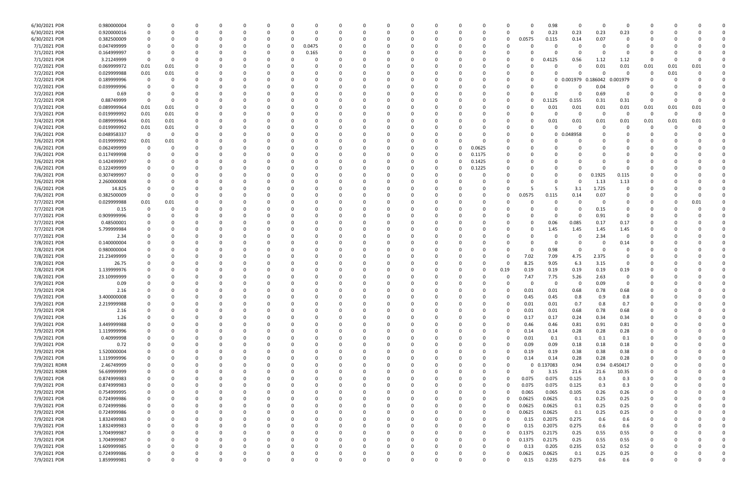| | | | | | | | | | | | | | | | | | | | | | | | | | | | |
|---|---|---|---|---|---|---|---|---|---|---|---|---|---|---|---|---|---|---|---|---|---|---|---|---|---|---|---|
| 6/30/2021 PDR | 0.980000004 | 0 | 0 | 0 | 0 | 0 | 0 | 0 | 0 | 0 | 0 | 0 | 0 | 0 | 0 | 0 | 0 | 0 | 0.98 | 0 | 0 | 0 | 0 | 0 | 0 | 0 | 0 |
| 6/30/2021 PDR | 0.920000016 | 0 | 0 | 0 | 0 | 0 | 0 | 0 | 0 | 0 | 0 | 0 | 0 | 0 | 0 | 0 | 0 | 0 | 0.23 | 0.23 | 0.23 | 0.23 | 0 | 0 | 0 | 0 | 0 |
| 6/30/2021 PDR | 0.382500009 | 0 | 0 | 0 | 0 | 0 | 0 | 0 | 0 | 0 | 0 | 0 | 0 | 0 | 0 | 0 | 0 | 0.0575 | 0.115 | 0.14 | 0.07 | 0 | 0 | 0 | 0 | 0 | 0 |
| 7/1/2021 PDR | 0.047499999 | 0 | 0 | 0 | 0 | 0 | 0 | 0 | 0.0475 | 0 | 0 | 0 | 0 | 0 | 0 | 0 | 0 | 0 | 0 | 0 | 0 | 0 | 0 | 0 | 0 | 0 | 0 |
| 7/1/2021 PDR | 0.164999997 | 0 | 0 | 0 | 0 | 0 | 0 | 0 | 0.165 | 0 | 0 | 0 | 0 | 0 | 0 | 0 | 0 | 0 | 0 | 0 | 0 | 0 | 0 | 0 | 0 | 0 | 0 |
| 7/1/2021 PDR | 3.21249999 | 0 | 0 | 0 | 0 | 0 | 0 | 0 | 0 | 0 | 0 | 0 | 0 | 0 | 0 | 0 | 0 | 0 | 0.4125 | 0.56 | 1.12 | 1.12 | 0 | 0 | 0 | 0 | 0 |
| 7/2/2021 PDR | 0.069999972 | 0.01 | 0.01 | 0 | 0 | 0 | 0 | 0 | 0 | 0 | 0 | 0 | 0 | 0 | 0 | 0 | 0 | 0 | 0 | 0 | 0.01 | 0.01 | 0.01 | 0.01 | 0.01 | 0 | 0 |
| 7/2/2021 PDR | 0.029999988 | 0.01 | 0.01 | 0 | 0 | 0 | 0 | 0 | 0 | 0 | 0 | 0 | 0 | 0 | 0 | 0 | 0 | 0 | 0 | 0 | 0 | 0 | 0 | 0.01 | 0 | 0 | 0 |
| 7/2/2021 PDR | 0.189999996 | 0 | 0 | 0 | 0 | 0 | 0 | 0 | 0 | 0 | 0 | 0 | 0 | 0 | 0 | 0 | 0 | 0 | 0 | 0.001979 | 0.186042 | 0.001979 | 0 | 0 | 0 | 0 | 0 |
| 7/2/2021 PDR | 0.039999996 | 0 | 0 | 0 | 0 | 0 | 0 | 0 | 0 | 0 | 0 | 0 | 0 | 0 | 0 | 0 | 0 | 0 | 0 | 0 | 0.04 | 0 | 0 | 0 | 0 | 0 | 0 |
| 7/2/2021 PDR | 0.69 | 0 | 0 | 0 | 0 | 0 | 0 | 0 | 0 | 0 | 0 | 0 | 0 | 0 | 0 | 0 | 0 | 0 | 0 | 0 | 0.69 | 0 | 0 | 0 | 0 | 0 | 0 |
| 7/2/2021 PDR | 0.88749999 | 0 | 0 | 0 | 0 | 0 | 0 | 0 | 0 | 0 | 0 | 0 | 0 | 0 | 0 | 0 | 0 | 0 | 0.1125 | 0.155 | 0.31 | 0.31 | 0 | 0 | 0 | 0 | 0 |
| 7/3/2021 PDR | 0.089999964 | 0.01 | 0.01 | 0 | 0 | 0 | 0 | 0 | 0 | 0 | 0 | 0 | 0 | 0 | 0 | 0 | 0 | 0 | 0.01 | 0.01 | 0.01 | 0.01 | 0.01 | 0.01 | 0.01 | 0 | 0 |
| 7/3/2021 PDR | 0.019999992 | 0.01 | 0.01 | 0 | 0 | 0 | 0 | 0 | 0 | 0 | 0 | 0 | 0 | 0 | 0 | 0 | 0 | 0 | 0 | 0 | 0 | 0 | 0 | 0 | 0 | 0 | 0 |
| 7/4/2021 PDR | 0.089999964 | 0.01 | 0.01 | 0 | 0 | 0 | 0 | 0 | 0 | 0 | 0 | 0 | 0 | 0 | 0 | 0 | 0 | 0 | 0.01 | 0.01 | 0.01 | 0.01 | 0.01 | 0.01 | 0.01 | 0 | 0 |
| 7/4/2021 PDR | 0.019999992 | 0.01 | 0.01 | 0 | 0 | 0 | 0 | 0 | 0 | 0 | 0 | 0 | 0 | 0 | 0 | 0 | 0 | 0 | 0 | 0 | 0 | 0 | 0 | 0 | 0 | 0 | 0 |
| 7/6/2021 PDR | 0.048958337 | 0 | 0 | 0 | 0 | 0 | 0 | 0 | 0 | 0 | 0 | 0 | 0 | 0 | 0 | 0 | 0 | 0 | 0 | 0.048958 | 0 | 0 | 0 | 0 | 0 | 0 | 0 |
| 7/6/2021 PDR | 0.019999992 | 0.01 | 0.01 | 0 | 0 | 0 | 0 | 0 | 0 | 0 | 0 | 0 | 0 | 0 | 0 | 0 | 0 | 0 | 0 | 0 | 0 | 0 | 0 | 0 | 0 | 0 | 0 |
| 7/6/2021 PDR | 0.062499999 | 0 | 0 | 0 | 0 | 0 | 0 | 0 | 0 | 0 | 0 | 0 | 0 | 0 | 0 | 0.0625 | 0 | 0 | 0 | 0 | 0 | 0 | 0 | 0 | 0 | 0 | 0 |
| 7/6/2021 PDR | 0.117499998 | 0 | 0 | 0 | 0 | 0 | 0 | 0 | 0 | 0 | 0 | 0 | 0 | 0 | 0 | 0.1175 | 0 | 0 | 0 | 0 | 0 | 0 | 0 | 0 | 0 | 0 | 0 |
| 7/6/2021 PDR | 0.142499997 | 0 | 0 | 0 | 0 | 0 | 0 | 0 | 0 | 0 | 0 | 0 | 0 | 0 | 0 | 0.1425 | 0 | 0 | 0 | 0 | 0 | 0 | 0 | 0 | 0 | 0 | 0 |
| 7/6/2021 PDR | 0.122499999 | 0 | 0 | 0 | 0 | 0 | 0 | 0 | 0 | 0 | 0 | 0 | 0 | 0 | 0 | 0.1225 | 0 | 0 | 0 | 0 | 0 | 0 | 0 | 0 | 0 | 0 | 0 |
| 7/6/2021 PDR | 0.307499997 | 0 | 0 | 0 | 0 | 0 | 0 | 0 | 0 | 0 | 0 | 0 | 0 | 0 | 0 | 0 | 0 | 0 | 0 | 0 | 0.1925 | 0.115 | 0 | 0 | 0 | 0 | 0 |
| 7/6/2021 PDR | 2.260000008 | 0 | 0 | 0 | 0 | 0 | 0 | 0 | 0 | 0 | 0 | 0 | 0 | 0 | 0 | 0 | 0 | 0 | 0 | 0 | 1.13 | 1.13 | 0 | 0 | 0 | 0 | 0 |
| 7/6/2021 PDR | 14.825 | 0 | 0 | 0 | 0 | 0 | 0 | 0 | 0 | 0 | 0 | 0 | 0 | 0 | 0 | 0 | 0 | 5 | 5 | 3.1 | 1.725 | 0 | 0 | 0 | 0 | 0 | 0 |
| 7/6/2021 PDR | 0.382500009 | 0 | 0 | 0 | 0 | 0 | 0 | 0 | 0 | 0 | 0 | 0 | 0 | 0 | 0 | 0 | 0 | 0.0575 | 0.115 | 0.14 | 0.07 | 0 | 0 | 0 | 0 | 0 | 0 |
| 7/7/2021 PDR | 0.029999988 | 0.01 | 0.01 | 0 | 0 | 0 | 0 | 0 | 0 | 0 | 0 | 0 | 0 | 0 | 0 | 0 | 0 | 0 | 0 | 0 | 0 | 0 | 0 | 0 | 0 | 0.01 | 0 |
| 7/7/2021 PDR | 0.15 | 0 | 0 | 0 | 0 | 0 | 0 | 0 | 0 | 0 | 0 | 0 | 0 | 0 | 0 | 0 | 0 | 0 | 0 | 0 | 0.15 | 0 | 0 | 0 | 0 | 0 | 0 |
| 7/7/2021 PDR | 0.909999996 | 0 | 0 | 0 | 0 | 0 | 0 | 0 | 0 | 0 | 0 | 0 | 0 | 0 | 0 | 0 | 0 | 0 | 0 | 0 | 0.91 | 0 | 0 | 0 | 0 | 0 | 0 |
| 7/7/2021 PDR | 0.48500001 | 0 | 0 | 0 | 0 | 0 | 0 | 0 | 0 | 0 | 0 | 0 | 0 | 0 | 0 | 0 | 0 | 0 | 0.06 | 0.085 | 0.17 | 0.17 | 0 | 0 | 0 | 0 | 0 |
| 7/7/2021 PDR | 5.799999984 | 0 | 0 | 0 | 0 | 0 | 0 | 0 | 0 | 0 | 0 | 0 | 0 | 0 | 0 | 0 | 0 | 0 | 1.45 | 1.45 | 1.45 | 1.45 | 0 | 0 | 0 | 0 | 0 |
| 7/7/2021 PDR | 2.34 | 0 | 0 | 0 | 0 | 0 | 0 | 0 | 0 | 0 | 0 | 0 | 0 | 0 | 0 | 0 | 0 | 0 | 0 | 0 | 2.34 | 0 | 0 | 0 | 0 | 0 | 0 |
| 7/8/2021 PDR | 0.140000004 | 0 | 0 | 0 | 0 | 0 | 0 | 0 | 0 | 0 | 0 | 0 | 0 | 0 | 0 | 0 | 0 | 0 | 0 | 0 | 0 | 0.14 | 0 | 0 | 0 | 0 | 0 |
| 7/8/2021 PDR | 0.980000004 | 0 | 0 | 0 | 0 | 0 | 0 | 0 | 0 | 0 | 0 | 0 | 0 | 0 | 0 | 0 | 0 | 0 | 0.98 | 0 | 0 | 0 | 0 | 0 | 0 | 0 | 0 |
| 7/8/2021 PDR | 21.23499999 | 0 | 0 | 0 | 0 | 0 | 0 | 0 | 0 | 0 | 0 | 0 | 0 | 0 | 0 | 0 | 0 | 7.02 | 7.09 | 4.75 | 2.375 | 0 | 0 | 0 | 0 | 0 | 0 |
| 7/8/2021 PDR | 26.75 | 0 | 0 | 0 | 0 | 0 | 0 | 0 | 0 | 0 | 0 | 0 | 0 | 0 | 0 | 0 | 0 | 8.25 | 9.05 | 6.3 | 3.15 | 0 | 0 | 0 | 0 | 0 | 0 |
| 7/8/2021 PDR | 1.139999976 | 0 | 0 | 0 | 0 | 0 | 0 | 0 | 0 | 0 | 0 | 0 | 0 | 0 | 0 | 0 | 0.19 | 0.19 | 0.19 | 0.19 | 0.19 | 0.19 | 0 | 0 | 0 | 0 | 0 |
| 7/8/2021 PDR | 23.10999999 | 0 | 0 | 0 | 0 | 0 | 0 | 0 | 0 | 0 | 0 | 0 | 0 | 0 | 0 | 0 | 0 | 7.47 | 7.75 | 5.26 | 2.63 | 0 | 0 | 0 | 0 | 0 | 0 |
| 7/9/2021 PDR | 0.09 | 0 | 0 | 0 | 0 | 0 | 0 | 0 | 0 | 0 | 0 | 0 | 0 | 0 | 0 | 0 | 0 | 0 | 0 | 0 | 0.09 | 0 | 0 | 0 | 0 | 0 | 0 |
| 7/9/2021 PDR | 2.16 | 0 | 0 | 0 | 0 | 0 | 0 | 0 | 0 | 0 | 0 | 0 | 0 | 0 | 0 | 0 | 0 | 0.01 | 0.01 | 0.68 | 0.78 | 0.68 | 0 | 0 | 0 | 0 | 0 |
| 7/9/2021 PDR | 3.400000008 | 0 | 0 | 0 | 0 | 0 | 0 | 0 | 0 | 0 | 0 | 0 | 0 | 0 | 0 | 0 | 0 | 0.45 | 0.45 | 0.8 | 0.9 | 0.8 | 0 | 0 | 0 | 0 | 0 |
| 7/9/2021 PDR | 2.219999988 | 0 | 0 | 0 | 0 | 0 | 0 | 0 | 0 | 0 | 0 | 0 | 0 | 0 | 0 | 0 | 0 | 0.01 | 0.01 | 0.7 | 0.8 | 0.7 | 0 | 0 | 0 | 0 | 0 |
| 7/9/2021 PDR | 2.16 | 0 | 0 | 0 | 0 | 0 | 0 | 0 | 0 | 0 | 0 | 0 | 0 | 0 | 0 | 0 | 0 | 0.01 | 0.01 | 0.68 | 0.78 | 0.68 | 0 | 0 | 0 | 0 | 0 |
| 7/9/2021 PDR | 1.26 | 0 | 0 | 0 | 0 | 0 | 0 | 0 | 0 | 0 | 0 | 0 | 0 | 0 | 0 | 0 | 0 | 0.17 | 0.17 | 0.24 | 0.34 | 0.34 | 0 | 0 | 0 | 0 | 0 |
| 7/9/2021 PDR | 3.449999988 | 0 | 0 | 0 | 0 | 0 | 0 | 0 | 0 | 0 | 0 | 0 | 0 | 0 | 0 | 0 | 0 | 0.46 | 0.46 | 0.81 | 0.91 | 0.81 | 0 | 0 | 0 | 0 | 0 |
| 7/9/2021 PDR | 1.119999996 | 0 | 0 | 0 | 0 | 0 | 0 | 0 | 0 | 0 | 0 | 0 | 0 | 0 | 0 | 0 | 0 | 0.14 | 0.14 | 0.28 | 0.28 | 0.28 | 0 | 0 | 0 | 0 | 0 |
| 7/9/2021 PDR | 0.40999998 | 0 | 0 | 0 | 0 | 0 | 0 | 0 | 0 | 0 | 0 | 0 | 0 | 0 | 0 | 0 | 0 | 0.01 | 0.1 | 0.1 | 0.1 | 0.1 | 0 | 0 | 0 | 0 | 0 |
| 7/9/2021 PDR | 0.72 | 0 | 0 | 0 | 0 | 0 | 0 | 0 | 0 | 0 | 0 | 0 | 0 | 0 | 0 | 0 | 0 | 0.09 | 0.09 | 0.18 | 0.18 | 0.18 | 0 | 0 | 0 | 0 | 0 |
| 7/9/2021 PDR | 1.520000004 | 0 | 0 | 0 | 0 | 0 | 0 | 0 | 0 | 0 | 0 | 0 | 0 | 0 | 0 | 0 | 0 | 0.19 | 0.19 | 0.38 | 0.38 | 0.38 | 0 | 0 | 0 | 0 | 0 |
| 7/9/2021 PDR | 1.119999996 | 0 | 0 | 0 | 0 | 0 | 0 | 0 | 0 | 0 | 0 | 0 | 0 | 0 | 0 | 0 | 0 | 0.14 | 0.14 | 0.28 | 0.28 | 0.28 | 0 | 0 | 0 | 0 | 0 |
| 7/9/2021 RDRR | 2.46749999 | 0 | 0 | 0 | 0 | 0 | 0 | 0 | 0 | 0 | 0 | 0 | 0 | 0 | 0 | 0 | 0 | 0 | 0.137083 | 0.94 | 0.94 | 0.450417 | 0 | 0 | 0 | 0 | 0 |
| 7/9/2021 RDRR | 56.69999999 | 0 | 0 | 0 | 0 | 0 | 0 | 0 | 0 | 0 | 0 | 0 | 0 | 0 | 0 | 0 | 0 | 0 | 3.15 | 21.6 | 21.6 | 10.35 | 0 | 0 | 0 | 0 | 0 |
| 7/9/2021 PDR | 0.874999983 | 0 | 0 | 0 | 0 | 0 | 0 | 0 | 0 | 0 | 0 | 0 | 0 | 0 | 0 | 0 | 0 | 0.075 | 0.075 | 0.125 | 0.3 | 0.3 | 0 | 0 | 0 | 0 | 0 |
| 7/9/2021 PDR | 0.874999983 | 0 | 0 | 0 | 0 | 0 | 0 | 0 | 0 | 0 | 0 | 0 | 0 | 0 | 0 | 0 | 0 | 0.075 | 0.075 | 0.125 | 0.3 | 0.3 | 0 | 0 | 0 | 0 | 0 |
| 7/9/2021 PDR | 0.754999995 | 0 | 0 | 0 | 0 | 0 | 0 | 0 | 0 | 0 | 0 | 0 | 0 | 0 | 0 | 0 | 0 | 0.065 | 0.065 | 0.105 | 0.26 | 0.26 | 0 | 0 | 0 | 0 | 0 |
| 7/9/2021 PDR | 0.724999986 | 0 | 0 | 0 | 0 | 0 | 0 | 0 | 0 | 0 | 0 | 0 | 0 | 0 | 0 | 0 | 0 | 0.0625 | 0.0625 | 0.1 | 0.25 | 0.25 | 0 | 0 | 0 | 0 | 0 |
| 7/9/2021 PDR | 0.724999986 | 0 | 0 | 0 | 0 | 0 | 0 | 0 | 0 | 0 | 0 | 0 | 0 | 0 | 0 | 0 | 0 | 0.0625 | 0.0625 | 0.1 | 0.25 | 0.25 | 0 | 0 | 0 | 0 | 0 |
| 7/9/2021 PDR | 0.724999986 | 0 | 0 | 0 | 0 | 0 | 0 | 0 | 0 | 0 | 0 | 0 | 0 | 0 | 0 | 0 | 0 | 0.0625 | 0.0625 | 0.1 | 0.25 | 0.25 | 0 | 0 | 0 | 0 | 0 |
| 7/9/2021 PDR | 1.832499983 | 0 | 0 | 0 | 0 | 0 | 0 | 0 | 0 | 0 | 0 | 0 | 0 | 0 | 0 | 0 | 0 | 0.15 | 0.2075 | 0.275 | 0.6 | 0.6 | 0 | 0 | 0 | 0 | 0 |
| 7/9/2021 PDR | 1.832499983 | 0 | 0 | 0 | 0 | 0 | 0 | 0 | 0 | 0 | 0 | 0 | 0 | 0 | 0 | 0 | 0 | 0.15 | 0.2075 | 0.275 | 0.6 | 0.6 | 0 | 0 | 0 | 0 | 0 |
| 7/9/2021 PDR | 1.704999987 | 0 | 0 | 0 | 0 | 0 | 0 | 0 | 0 | 0 | 0 | 0 | 0 | 0 | 0 | 0 | 0 | 0.1375 | 0.2175 | 0.25 | 0.55 | 0.55 | 0 | 0 | 0 | 0 | 0 |
| 7/9/2021 PDR | 1.704999987 | 0 | 0 | 0 | 0 | 0 | 0 | 0 | 0 | 0 | 0 | 0 | 0 | 0 | 0 | 0 | 0 | 0.1375 | 0.2175 | 0.25 | 0.55 | 0.55 | 0 | 0 | 0 | 0 | 0 |
| 7/9/2021 PDR | 1.609999985 | 0 | 0 | 0 | 0 | 0 | 0 | 0 | 0 | 0 | 0 | 0 | 0 | 0 | 0 | 0 | 0 | 0.13 | 0.205 | 0.235 | 0.52 | 0.52 | 0 | 0 | 0 | 0 | 0 |
| 7/9/2021 PDR | 0.724999986 | 0 | 0 | 0 | 0 | 0 | 0 | 0 | 0 | 0 | 0 | 0 | 0 | 0 | 0 | 0 | 0 | 0.0625 | 0.0625 | 0.1 | 0.25 | 0.25 | 0 | 0 | 0 | 0 | 0 |
| 7/9/2021 PDR | 1.859999981 | 0 | 0 | 0 | 0 | 0 | 0 | 0 | 0 | 0 | 0 | 0 | 0 | 0 | 0 | 0 | 0 | 0.15 | 0.235 | 0.275 | 0.6 | 0.6 | 0 | 0 | 0 | 0 | 0 |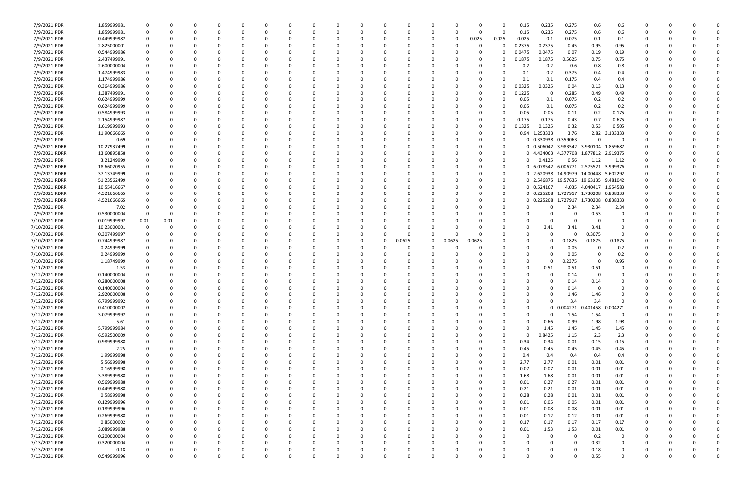| | | | | | | | | | | | | | | | | | | | | | | | | | | | | | |
|---|---|---|---|---|---|---|---|---|---|---|---|---|---|---|---|---|---|---|---|---|---|---|---|---|---|---|---|---|---|
| 7/9/2021 PDR | 1.859999981 | 0 | 0 | 0 | 0 | 0 | 0 | 0 | 0 | 0 | 0 | 0 | 0 | 0 | 0 | 0 | 0 | 0 | 0 | 0.15 | 0.235 | 0.275 | 0.6 | 0.6 | 0 | 0 | 0 | 0 | 0 |
| 7/9/2021 PDR | 1.859999981 | 0 | 0 | 0 | 0 | 0 | 0 | 0 | 0 | 0 | 0 | 0 | 0 | 0 | 0 | 0 | 0 | 0 | 0 | 0.15 | 0.235 | 0.275 | 0.6 | 0.6 | 0 | 0 | 0 | 0 | 0 |
| 7/9/2021 PDR | 0.449999982 | 0 | 0 | 0 | 0 | 0 | 0 | 0 | 0 | 0 | 0 | 0 | 0 | 0 | 0 | 0 | 0 | 0.025 | 0.025 | 0.025 | 0.1 | 0.075 | 0.1 | 0.1 | 0 | 0 | 0 | 0 | 0 |
| 7/9/2021 PDR | 2.825000001 | 0 | 0 | 0 | 0 | 0 | 0 | 0 | 0 | 0 | 0 | 0 | 0 | 0 | 0 | 0 | 0 | 0 | 0 | 0.2375 | 0.2375 | 0.45 | 0.95 | 0.95 | 0 | 0 | 0 | 0 | 0 |
| 7/9/2021 PDR | 0.544999986 | 0 | 0 | 0 | 0 | 0 | 0 | 0 | 0 | 0 | 0 | 0 | 0 | 0 | 0 | 0 | 0 | 0 | 0 | 0.0475 | 0.0475 | 0.07 | 0.19 | 0.19 | 0 | 0 | 0 | 0 | 0 |
| 7/9/2021 PDR | 2.437499991 | 0 | 0 | 0 | 0 | 0 | 0 | 0 | 0 | 0 | 0 | 0 | 0 | 0 | 0 | 0 | 0 | 0 | 0 | 0.1875 | 0.1875 | 0.5625 | 0.75 | 0.75 | 0 | 0 | 0 | 0 | 0 |
| 7/9/2021 PDR | 2.600000004 | 0 | 0 | 0 | 0 | 0 | 0 | 0 | 0 | 0 | 0 | 0 | 0 | 0 | 0 | 0 | 0 | 0 | 0 | 0.2 | 0.2 | 0.6 | 0.8 | 0.8 | 0 | 0 | 0 | 0 | 0 |
| 7/9/2021 PDR | 1.474999983 | 0 | 0 | 0 | 0 | 0 | 0 | 0 | 0 | 0 | 0 | 0 | 0 | 0 | 0 | 0 | 0 | 0 | 0 | 0.1 | 0.2 | 0.375 | 0.4 | 0.4 | 0 | 0 | 0 | 0 | 0 |
| 7/9/2021 PDR | 1.174999986 | 0 | 0 | 0 | 0 | 0 | 0 | 0 | 0 | 0 | 0 | 0 | 0 | 0 | 0 | 0 | 0 | 0 | 0 | 0.1 | 0.1 | 0.175 | 0.4 | 0.4 | 0 | 0 | 0 | 0 | 0 |
| 7/9/2021 PDR | 0.364999986 | 0 | 0 | 0 | 0 | 0 | 0 | 0 | 0 | 0 | 0 | 0 | 0 | 0 | 0 | 0 | 0 | 0 | 0 | 0.0325 | 0.0325 | 0.04 | 0.13 | 0.13 | 0 | 0 | 0 | 0 | 0 |
| 7/9/2021 PDR | 1.387499991 | 0 | 0 | 0 | 0 | 0 | 0 | 0 | 0 | 0 | 0 | 0 | 0 | 0 | 0 | 0 | 0 | 0 | 0 | 0.1225 | 0 | 0.285 | 0.49 | 0.49 | 0 | 0 | 0 | 0 | 0 |
| 7/9/2021 PDR | 0.624999999 | 0 | 0 | 0 | 0 | 0 | 0 | 0 | 0 | 0 | 0 | 0 | 0 | 0 | 0 | 0 | 0 | 0 | 0 | 0.05 | 0.1 | 0.075 | 0.2 | 0.2 | 0 | 0 | 0 | 0 | 0 |
| 7/9/2021 PDR | 0.624999999 | 0 | 0 | 0 | 0 | 0 | 0 | 0 | 0 | 0 | 0 | 0 | 0 | 0 | 0 | 0 | 0 | 0 | 0 | 0.05 | 0.1 | 0.075 | 0.2 | 0.2 | 0 | 0 | 0 | 0 | 0 |
| 7/9/2021 PDR | 0.584999993 | 0 | 0 | 0 | 0 | 0 | 0 | 0 | 0 | 0 | 0 | 0 | 0 | 0 | 0 | 0 | 0 | 0 | 0 | 0.05 | 0.05 | 0.11 | 0.2 | 0.175 | 0 | 0 | 0 | 0 | 0 |
| 7/9/2021 PDR | 2.154999987 | 0 | 0 | 0 | 0 | 0 | 0 | 0 | 0 | 0 | 0 | 0 | 0 | 0 | 0 | 0 | 0 | 0 | 0 | 0.175 | 0.175 | 0.43 | 0.7 | 0.675 | 0 | 0 | 0 | 0 | 0 |
| 7/9/2021 PDR | 1.619999993 | 0 | 0 | 0 | 0 | 0 | 0 | 0 | 0 | 0 | 0 | 0 | 0 | 0 | 0 | 0 | 0 | 0 | 0 | 0.1325 | 0.1325 | 0.32 | 0.53 | 0.505 | 0 | 0 | 0 | 0 | 0 |
| 7/9/2021 PDR | 11.90666665 | 0 | 0 | 0 | 0 | 0 | 0 | 0 | 0 | 0 | 0 | 0 | 0 | 0 | 0 | 0 | 0 | 0 | 0 | 0.94 | 1.253333 | 3.76 | 2.82 | 3.133333 | 0 | 0 | 0 | 0 | 0 |
| 7/9/2021 PDR | 0.69 | 0 | 0 | 0 | 0 | 0 | 0 | 0 | 0 | 0 | 0 | 0 | 0 | 0 | 0 | 0 | 0 | 0 | 0 | 0 | 0.330938 | 0.359063 | 0 | 0 | 0 | 0 | 0 | 0 | 0 |
| 7/9/2021 RDRR | 10.27937499 | 0 | 0 | 0 | 0 | 0 | 0 | 0 | 0 | 0 | 0 | 0 | 0 | 0 | 0 | 0 | 0 | 0 | 0 | 0 | 0.506042 | 3.983542 | 3.930104 | 1.859687 | 0 | 0 | 0 | 0 | 0 |
| 7/9/2021 RDRR | 13.60895858 | 0 | 0 | 0 | 0 | 0 | 0 | 0 | 0 | 0 | 0 | 0 | 0 | 0 | 0 | 0 | 0 | 0 | 0 | 0 | 4.434063 | 4.377708 | 1.877812 | 2.919375 | 0 | 0 | 0 | 0 | 0 |
| 7/9/2021 PDR | 3.21249999 | 0 | 0 | 0 | 0 | 0 | 0 | 0 | 0 | 0 | 0 | 0 | 0 | 0 | 0 | 0 | 0 | 0 | 0 | 0 | 0.4125 | 0.56 | 1.12 | 1.12 | 0 | 0 | 0 | 0 | 0 |
| 7/9/2021 RDRR | 18.66020955 | 0 | 0 | 0 | 0 | 0 | 0 | 0 | 0 | 0 | 0 | 0 | 0 | 0 | 0 | 0 | 0 | 0 | 0 | 0 | 6.078542 | 6.006771 | 2.575521 | 3.999376 | 0 | 0 | 0 | 0 | 0 |
| 7/9/2021 RDRR | 37.13749999 | 0 | 0 | 0 | 0 | 0 | 0 | 0 | 0 | 0 | 0 | 0 | 0 | 0 | 0 | 0 | 0 | 0 | 0 | 0 | 2.620938 | 14.90979 | 14.00448 | 5.602292 | 0 | 0 | 0 | 0 | 0 |
| 7/9/2021 RDRR | 51.23562499 | 0 | 0 | 0 | 0 | 0 | 0 | 0 | 0 | 0 | 0 | 0 | 0 | 0 | 0 | 0 | 0 | 0 | 0 | 0 | 2.546875 | 19.57635 | 19.63135 | 9.481042 | 0 | 0 | 0 | 0 | 0 |
| 7/9/2021 RDRR | 10.55416667 | 0 | 0 | 0 | 0 | 0 | 0 | 0 | 0 | 0 | 0 | 0 | 0 | 0 | 0 | 0 | 0 | 0 | 0 | 0 | 0.524167 | 4.035 | 4.040417 | 1.954583 | 0 | 0 | 0 | 0 | 0 |
| 7/9/2021 RDRR | 4.521666665 | 0 | 0 | 0 | 0 | 0 | 0 | 0 | 0 | 0 | 0 | 0 | 0 | 0 | 0 | 0 | 0 | 0 | 0 | 0 | 0.225208 | 1.727917 | 1.730208 | 0.838333 | 0 | 0 | 0 | 0 | 0 |
| 7/9/2021 RDRR | 4.521666665 | 0 | 0 | 0 | 0 | 0 | 0 | 0 | 0 | 0 | 0 | 0 | 0 | 0 | 0 | 0 | 0 | 0 | 0 | 0 | 0.225208 | 1.727917 | 1.730208 | 0.838333 | 0 | 0 | 0 | 0 | 0 |
| 7/9/2021 PDR | 7.02 | 0 | 0 | 0 | 0 | 0 | 0 | 0 | 0 | 0 | 0 | 0 | 0 | 0 | 0 | 0 | 0 | 0 | 0 | 0 | 0 | 2.34 | 2.34 | 2.34 | 0 | 0 | 0 | 0 | 0 |
| 7/9/2021 PDR | 0.530000004 | 0 | 0 | 0 | 0 | 0 | 0 | 0 | 0 | 0 | 0 | 0 | 0 | 0 | 0 | 0 | 0 | 0 | 0 | 0 | 0 | 0 | 0.53 | 0 | 0 | 0 | 0 | 0 | 0 |
| 7/10/2021 PDR | 0.019999992 | 0.01 | 0.01 | 0 | 0 | 0 | 0 | 0 | 0 | 0 | 0 | 0 | 0 | 0 | 0 | 0 | 0 | 0 | 0 | 0 | 0 | 0 | 0 | 0 | 0 | 0 | 0 | 0 | 0 |
| 7/10/2021 PDR | 10.23000001 | 0 | 0 | 0 | 0 | 0 | 0 | 0 | 0 | 0 | 0 | 0 | 0 | 0 | 0 | 0 | 0 | 0 | 0 | 0 | 3.41 | 3.41 | 3.41 | 0 | 0 | 0 | 0 | 0 | 0 |
| 7/10/2021 PDR | 0.307499997 | 0 | 0 | 0 | 0 | 0 | 0 | 0 | 0 | 0 | 0 | 0 | 0 | 0 | 0 | 0 | 0 | 0 | 0 | 0 | 0 | 0 | 0.3075 | 0 | 0 | 0 | 0 | 0 | 0 |
| 7/10/2021 PDR | 0.744999987 | 0 | 0 | 0 | 0 | 0 | 0 | 0 | 0 | 0 | 0 | 0 | 0 | 0.0625 | 0 | 0.0625 | 0.0625 | 0 | 0 | 0 | 0 | 0.1825 | 0.1875 | 0.1875 | 0 | 0 | 0 | 0 | 0 |
| 7/10/2021 PDR | 0.24999999 | 0 | 0 | 0 | 0 | 0 | 0 | 0 | 0 | 0 | 0 | 0 | 0 | 0 | 0 | 0 | 0 | 0 | 0 | 0 | 0 | 0.05 | 0 | 0.2 | 0 | 0 | 0 | 0 | 0 |
| 7/10/2021 PDR | 0.24999999 | 0 | 0 | 0 | 0 | 0 | 0 | 0 | 0 | 0 | 0 | 0 | 0 | 0 | 0 | 0 | 0 | 0 | 0 | 0 | 0 | 0.05 | 0 | 0.2 | 0 | 0 | 0 | 0 | 0 |
| 7/10/2021 PDR | 1.18749999 | 0 | 0 | 0 | 0 | 0 | 0 | 0 | 0 | 0 | 0 | 0 | 0 | 0 | 0 | 0 | 0 | 0 | 0 | 0 | 0 | 0.2375 | 0 | 0.95 | 0 | 0 | 0 | 0 | 0 |
| 7/11/2021 PDR | 1.53 | 0 | 0 | 0 | 0 | 0 | 0 | 0 | 0 | 0 | 0 | 0 | 0 | 0 | 0 | 0 | 0 | 0 | 0 | 0 | 0.51 | 0.51 | 0.51 | 0 | 0 | 0 | 0 | 0 | 0 |
| 7/12/2021 PDR | 0.140000004 | 0 | 0 | 0 | 0 | 0 | 0 | 0 | 0 | 0 | 0 | 0 | 0 | 0 | 0 | 0 | 0 | 0 | 0 | 0 | 0 | 0.14 | 0 | 0 | 0 | 0 | 0 | 0 | 0 |
| 7/12/2021 PDR | 0.280000008 | 0 | 0 | 0 | 0 | 0 | 0 | 0 | 0 | 0 | 0 | 0 | 0 | 0 | 0 | 0 | 0 | 0 | 0 | 0 | 0 | 0.14 | 0.14 | 0 | 0 | 0 | 0 | 0 | 0 |
| 7/12/2021 PDR | 0.140000004 | 0 | 0 | 0 | 0 | 0 | 0 | 0 | 0 | 0 | 0 | 0 | 0 | 0 | 0 | 0 | 0 | 0 | 0 | 0 | 0 | 0.14 | 0 | 0 | 0 | 0 | 0 | 0 | 0 |
| 7/12/2021 PDR | 2.920000008 | 0 | 0 | 0 | 0 | 0 | 0 | 0 | 0 | 0 | 0 | 0 | 0 | 0 | 0 | 0 | 0 | 0 | 0 | 0 | 0 | 1.46 | 1.46 | 0 | 0 | 0 | 0 | 0 | 0 |
| 7/12/2021 PDR | 6.799999992 | 0 | 0 | 0 | 0 | 0 | 0 | 0 | 0 | 0 | 0 | 0 | 0 | 0 | 0 | 0 | 0 | 0 | 0 | 0 | 0 | 3.4 | 3.4 | 0 | 0 | 0 | 0 | 0 | 0 |
| 7/12/2021 PDR | 0.410000002 | 0 | 0 | 0 | 0 | 0 | 0 | 0 | 0 | 0 | 0 | 0 | 0 | 0 | 0 | 0 | 0 | 0 | 0 | 0 | 0 | 0.004271 | 0.401458 | 0.004271 | 0 | 0 | 0 | 0 | 0 |
| 7/12/2021 PDR | 3.079999992 | 0 | 0 | 0 | 0 | 0 | 0 | 0 | 0 | 0 | 0 | 0 | 0 | 0 | 0 | 0 | 0 | 0 | 0 | 0 | 0 | 1.54 | 1.54 | 0 | 0 | 0 | 0 | 0 | 0 |
| 7/12/2021 PDR | 5.61 | 0 | 0 | 0 | 0 | 0 | 0 | 0 | 0 | 0 | 0 | 0 | 0 | 0 | 0 | 0 | 0 | 0 | 0 | 0 | 0.66 | 0.99 | 1.98 | 1.98 | 0 | 0 | 0 | 0 | 0 |
| 7/12/2021 PDR | 5.799999984 | 0 | 0 | 0 | 0 | 0 | 0 | 0 | 0 | 0 | 0 | 0 | 0 | 0 | 0 | 0 | 0 | 0 | 0 | 0 | 1.45 | 1.45 | 1.45 | 1.45 | 0 | 0 | 0 | 0 | 0 |
| 7/12/2021 PDR | 6.592500009 | 0 | 0 | 0 | 0 | 0 | 0 | 0 | 0 | 0 | 0 | 0 | 0 | 0 | 0 | 0 | 0 | 0 | 0 | 0 | 0.8425 | 1.15 | 2.3 | 2.3 | 0 | 0 | 0 | 0 | 0 |
| 7/12/2021 PDR | 0.989999988 | 0 | 0 | 0 | 0 | 0 | 0 | 0 | 0 | 0 | 0 | 0 | 0 | 0 | 0 | 0 | 0 | 0 | 0 | 0.34 | 0.34 | 0.01 | 0.15 | 0.15 | 0 | 0 | 0 | 0 | 0 |
| 7/12/2021 PDR | 2.25 | 0 | 0 | 0 | 0 | 0 | 0 | 0 | 0 | 0 | 0 | 0 | 0 | 0 | 0 | 0 | 0 | 0 | 0 | 0.45 | 0.45 | 0.45 | 0.45 | 0.45 | 0 | 0 | 0 | 0 | 0 |
| 7/12/2021 PDR | 1.99999998 | 0 | 0 | 0 | 0 | 0 | 0 | 0 | 0 | 0 | 0 | 0 | 0 | 0 | 0 | 0 | 0 | 0 | 0 | 0.4 | 0.4 | 0.4 | 0.4 | 0.4 | 0 | 0 | 0 | 0 | 0 |
| 7/12/2021 PDR | 5.56999998 | 0 | 0 | 0 | 0 | 0 | 0 | 0 | 0 | 0 | 0 | 0 | 0 | 0 | 0 | 0 | 0 | 0 | 0 | 2.77 | 2.77 | 0.01 | 0.01 | 0.01 | 0 | 0 | 0 | 0 | 0 |
| 7/12/2021 PDR | 0.16999998 | 0 | 0 | 0 | 0 | 0 | 0 | 0 | 0 | 0 | 0 | 0 | 0 | 0 | 0 | 0 | 0 | 0 | 0 | 0.07 | 0.07 | 0.01 | 0.01 | 0.01 | 0 | 0 | 0 | 0 | 0 |
| 7/12/2021 PDR | 3.389999988 | 0 | 0 | 0 | 0 | 0 | 0 | 0 | 0 | 0 | 0 | 0 | 0 | 0 | 0 | 0 | 0 | 0 | 0 | 1.68 | 1.68 | 0.01 | 0.01 | 0.01 | 0 | 0 | 0 | 0 | 0 |
| 7/12/2021 PDR | 0.569999988 | 0 | 0 | 0 | 0 | 0 | 0 | 0 | 0 | 0 | 0 | 0 | 0 | 0 | 0 | 0 | 0 | 0 | 0 | 0.01 | 0.27 | 0.27 | 0.01 | 0.01 | 0 | 0 | 0 | 0 | 0 |
| 7/12/2021 PDR | 0.449999988 | 0 | 0 | 0 | 0 | 0 | 0 | 0 | 0 | 0 | 0 | 0 | 0 | 0 | 0 | 0 | 0 | 0 | 0 | 0.21 | 0.21 | 0.01 | 0.01 | 0.01 | 0 | 0 | 0 | 0 | 0 |
| 7/12/2021 PDR | 0.58999998 | 0 | 0 | 0 | 0 | 0 | 0 | 0 | 0 | 0 | 0 | 0 | 0 | 0 | 0 | 0 | 0 | 0 | 0 | 0.28 | 0.28 | 0.01 | 0.01 | 0.01 | 0 | 0 | 0 | 0 | 0 |
| 7/12/2021 PDR | 0.129999996 | 0 | 0 | 0 | 0 | 0 | 0 | 0 | 0 | 0 | 0 | 0 | 0 | 0 | 0 | 0 | 0 | 0 | 0 | 0.01 | 0.05 | 0.05 | 0.01 | 0.01 | 0 | 0 | 0 | 0 | 0 |
| 7/12/2021 PDR | 0.189999996 | 0 | 0 | 0 | 0 | 0 | 0 | 0 | 0 | 0 | 0 | 0 | 0 | 0 | 0 | 0 | 0 | 0 | 0 | 0.01 | 0.08 | 0.08 | 0.01 | 0.01 | 0 | 0 | 0 | 0 | 0 |
| 7/12/2021 PDR | 0.269999988 | 0 | 0 | 0 | 0 | 0 | 0 | 0 | 0 | 0 | 0 | 0 | 0 | 0 | 0 | 0 | 0 | 0 | 0 | 0.01 | 0.12 | 0.12 | 0.01 | 0.01 | 0 | 0 | 0 | 0 | 0 |
| 7/12/2021 PDR | 0.85000002 | 0 | 0 | 0 | 0 | 0 | 0 | 0 | 0 | 0 | 0 | 0 | 0 | 0 | 0 | 0 | 0 | 0 | 0 | 0.17 | 0.17 | 0.17 | 0.17 | 0.17 | 0 | 0 | 0 | 0 | 0 |
| 7/12/2021 PDR | 3.089999988 | 0 | 0 | 0 | 0 | 0 | 0 | 0 | 0 | 0 | 0 | 0 | 0 | 0 | 0 | 0 | 0 | 0 | 0 | 0.01 | 1.53 | 1.53 | 0.01 | 0.01 | 0 | 0 | 0 | 0 | 0 |
| 7/12/2021 PDR | 0.200000004 | 0 | 0 | 0 | 0 | 0 | 0 | 0 | 0 | 0 | 0 | 0 | 0 | 0 | 0 | 0 | 0 | 0 | 0 | 0 | 0 | 0 | 0.2 | 0 | 0 | 0 | 0 | 0 | 0 |
| 7/13/2021 PDR | 0.320000004 | 0 | 0 | 0 | 0 | 0 | 0 | 0 | 0 | 0 | 0 | 0 | 0 | 0 | 0 | 0 | 0 | 0 | 0 | 0 | 0 | 0 | 0.32 | 0 | 0 | 0 | 0 | 0 | 0 |
| 7/13/2021 PDR | 0.18 | 0 | 0 | 0 | 0 | 0 | 0 | 0 | 0 | 0 | 0 | 0 | 0 | 0 | 0 | 0 | 0 | 0 | 0 | 0 | 0 | 0 | 0.18 | 0 | 0 | 0 | 0 | 0 | 0 |
| 7/13/2021 PDR | 0.549999996 | 0 | 0 | 0 | 0 | 0 | 0 | 0 | 0 | 0 | 0 | 0 | 0 | 0 | 0 | 0 | 0 | 0 | 0 | 0 | 0 | 0 | 0.55 | 0 | 0 | 0 | 0 | 0 | 0 |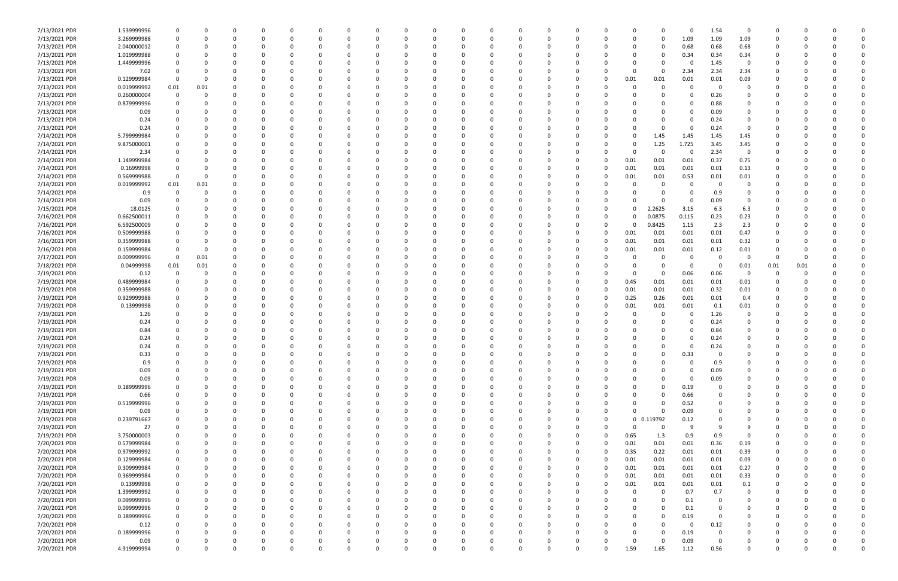| | | | | | | | | | | | | | | | | | | | | | | | | | | | | |
|---|---|---|---|---|---|---|---|---|---|---|---|---|---|---|---|---|---|---|---|---|---|---|---|---|---|---|---|---|
| 7/13/2021 PDR | 1.539999996 | 0 | 0 | 0 | 0 | 0 | 0 | 0 | 0 | 0 | 0 | 0 | 0 | 0 | 0 | 0 | 0 | 0 | 0 | 0 | 0 | 1.54 | 0 | 0 | 0 | 0 | 0 | 0 |
| 7/13/2021 PDR | 3.269999988 | 0 | 0 | 0 | 0 | 0 | 0 | 0 | 0 | 0 | 0 | 0 | 0 | 0 | 0 | 0 | 0 | 0 | 0 | 0 | 1.09 | 1.09 | 1.09 | 0 | 0 | 0 | 0 | 0 |
| 7/13/2021 PDR | 2.040000012 | 0 | 0 | 0 | 0 | 0 | 0 | 0 | 0 | 0 | 0 | 0 | 0 | 0 | 0 | 0 | 0 | 0 | 0 | 0 | 0.68 | 0.68 | 0.68 | 0 | 0 | 0 | 0 | 0 |
| 7/13/2021 PDR | 1.019999988 | 0 | 0 | 0 | 0 | 0 | 0 | 0 | 0 | 0 | 0 | 0 | 0 | 0 | 0 | 0 | 0 | 0 | 0 | 0 | 0.34 | 0.34 | 0.34 | 0 | 0 | 0 | 0 | 0 |
| 7/13/2021 PDR | 1.449999996 | 0 | 0 | 0 | 0 | 0 | 0 | 0 | 0 | 0 | 0 | 0 | 0 | 0 | 0 | 0 | 0 | 0 | 0 | 0 | 0 | 1.45 | 0 | 0 | 0 | 0 | 0 | 0 |
| 7/13/2021 PDR | 7.02 | 0 | 0 | 0 | 0 | 0 | 0 | 0 | 0 | 0 | 0 | 0 | 0 | 0 | 0 | 0 | 0 | 0 | 0 | 0 | 2.34 | 2.34 | 2.34 | 0 | 0 | 0 | 0 | 0 |
| 7/13/2021 PDR | 0.129999984 | 0 | 0 | 0 | 0 | 0 | 0 | 0 | 0 | 0 | 0 | 0 | 0 | 0 | 0 | 0 | 0 | 0 | 0.01 | 0.01 | 0.01 | 0.01 | 0.09 | 0 | 0 | 0 | 0 | 0 |
| 7/13/2021 PDR | 0.019999992 | 0.01 | 0.01 | 0 | 0 | 0 | 0 | 0 | 0 | 0 | 0 | 0 | 0 | 0 | 0 | 0 | 0 | 0 | 0 | 0 | 0 | 0 | 0 | 0 | 0 | 0 | 0 | 0 |
| 7/13/2021 PDR | 0.260000004 | 0 | 0 | 0 | 0 | 0 | 0 | 0 | 0 | 0 | 0 | 0 | 0 | 0 | 0 | 0 | 0 | 0 | 0 | 0 | 0 | 0.26 | 0 | 0 | 0 | 0 | 0 | 0 |
| 7/13/2021 PDR | 0.879999996 | 0 | 0 | 0 | 0 | 0 | 0 | 0 | 0 | 0 | 0 | 0 | 0 | 0 | 0 | 0 | 0 | 0 | 0 | 0 | 0 | 0.88 | 0 | 0 | 0 | 0 | 0 | 0 |
| 7/13/2021 PDR | 0.09 | 0 | 0 | 0 | 0 | 0 | 0 | 0 | 0 | 0 | 0 | 0 | 0 | 0 | 0 | 0 | 0 | 0 | 0 | 0 | 0 | 0.09 | 0 | 0 | 0 | 0 | 0 | 0 |
| 7/13/2021 PDR | 0.24 | 0 | 0 | 0 | 0 | 0 | 0 | 0 | 0 | 0 | 0 | 0 | 0 | 0 | 0 | 0 | 0 | 0 | 0 | 0 | 0 | 0.24 | 0 | 0 | 0 | 0 | 0 | 0 |
| 7/13/2021 PDR | 0.24 | 0 | 0 | 0 | 0 | 0 | 0 | 0 | 0 | 0 | 0 | 0 | 0 | 0 | 0 | 0 | 0 | 0 | 0 | 0 | 0 | 0.24 | 0 | 0 | 0 | 0 | 0 | 0 |
| 7/14/2021 PDR | 5.799999984 | 0 | 0 | 0 | 0 | 0 | 0 | 0 | 0 | 0 | 0 | 0 | 0 | 0 | 0 | 0 | 0 | 0 | 0 | 1.45 | 1.45 | 1.45 | 1.45 | 0 | 0 | 0 | 0 | 0 |
| 7/14/2021 PDR | 9.875000001 | 0 | 0 | 0 | 0 | 0 | 0 | 0 | 0 | 0 | 0 | 0 | 0 | 0 | 0 | 0 | 0 | 0 | 0 | 1.25 | 1.725 | 3.45 | 3.45 | 0 | 0 | 0 | 0 | 0 |
| 7/14/2021 PDR | 2.34 | 0 | 0 | 0 | 0 | 0 | 0 | 0 | 0 | 0 | 0 | 0 | 0 | 0 | 0 | 0 | 0 | 0 | 0 | 0 | 0 | 2.34 | 0 | 0 | 0 | 0 | 0 | 0 |
| 7/14/2021 PDR | 1.149999984 | 0 | 0 | 0 | 0 | 0 | 0 | 0 | 0 | 0 | 0 | 0 | 0 | 0 | 0 | 0 | 0 | 0 | 0.01 | 0.01 | 0.01 | 0.37 | 0.75 | 0 | 0 | 0 | 0 | 0 |
| 7/14/2021 PDR | 0.16999998 | 0 | 0 | 0 | 0 | 0 | 0 | 0 | 0 | 0 | 0 | 0 | 0 | 0 | 0 | 0 | 0 | 0 | 0.01 | 0.01 | 0.01 | 0.01 | 0.13 | 0 | 0 | 0 | 0 | 0 |
| 7/14/2021 PDR | 0.569999988 | 0 | 0 | 0 | 0 | 0 | 0 | 0 | 0 | 0 | 0 | 0 | 0 | 0 | 0 | 0 | 0 | 0 | 0.01 | 0.01 | 0.53 | 0.01 | 0.01 | 0 | 0 | 0 | 0 | 0 |
| 7/14/2021 PDR | 0.019999992 | 0.01 | 0.01 | 0 | 0 | 0 | 0 | 0 | 0 | 0 | 0 | 0 | 0 | 0 | 0 | 0 | 0 | 0 | 0 | 0 | 0 | 0 | 0 | 0 | 0 | 0 | 0 | 0 |
| 7/14/2021 PDR | 0.9 | 0 | 0 | 0 | 0 | 0 | 0 | 0 | 0 | 0 | 0 | 0 | 0 | 0 | 0 | 0 | 0 | 0 | 0 | 0 | 0 | 0.9 | 0 | 0 | 0 | 0 | 0 | 0 |
| 7/14/2021 PDR | 0.09 | 0 | 0 | 0 | 0 | 0 | 0 | 0 | 0 | 0 | 0 | 0 | 0 | 0 | 0 | 0 | 0 | 0 | 0 | 0 | 0 | 0.09 | 0 | 0 | 0 | 0 | 0 | 0 |
| 7/15/2021 PDR | 18.0125 | 0 | 0 | 0 | 0 | 0 | 0 | 0 | 0 | 0 | 0 | 0 | 0 | 0 | 0 | 0 | 0 | 0 | 0 | 2.2625 | 3.15 | 6.3 | 6.3 | 0 | 0 | 0 | 0 | 0 |
| 7/16/2021 PDR | 0.662500011 | 0 | 0 | 0 | 0 | 0 | 0 | 0 | 0 | 0 | 0 | 0 | 0 | 0 | 0 | 0 | 0 | 0 | 0 | 0.0875 | 0.115 | 0.23 | 0.23 | 0 | 0 | 0 | 0 | 0 |
| 7/16/2021 PDR | 6.592500009 | 0 | 0 | 0 | 0 | 0 | 0 | 0 | 0 | 0 | 0 | 0 | 0 | 0 | 0 | 0 | 0 | 0 | 0 | 0.8425 | 1.15 | 2.3 | 2.3 | 0 | 0 | 0 | 0 | 0 |
| 7/16/2021 PDR | 0.509999988 | 0 | 0 | 0 | 0 | 0 | 0 | 0 | 0 | 0 | 0 | 0 | 0 | 0 | 0 | 0 | 0 | 0 | 0.01 | 0.01 | 0.01 | 0.01 | 0.47 | 0 | 0 | 0 | 0 | 0 |
| 7/16/2021 PDR | 0.359999988 | 0 | 0 | 0 | 0 | 0 | 0 | 0 | 0 | 0 | 0 | 0 | 0 | 0 | 0 | 0 | 0 | 0 | 0.01 | 0.01 | 0.01 | 0.01 | 0.32 | 0 | 0 | 0 | 0 | 0 |
| 7/16/2021 PDR | 0.159999984 | 0 | 0 | 0 | 0 | 0 | 0 | 0 | 0 | 0 | 0 | 0 | 0 | 0 | 0 | 0 | 0 | 0 | 0.01 | 0.01 | 0.01 | 0.12 | 0.01 | 0 | 0 | 0 | 0 | 0 |
| 7/17/2021 PDR | 0.009999996 | 0 | 0.01 | 0 | 0 | 0 | 0 | 0 | 0 | 0 | 0 | 0 | 0 | 0 | 0 | 0 | 0 | 0 | 0 | 0 | 0 | 0 | 0 | 0 | 0 | 0 | 0 | 0 |
| 7/18/2021 PDR | 0.04999998 | 0.01 | 0.01 | 0 | 0 | 0 | 0 | 0 | 0 | 0 | 0 | 0 | 0 | 0 | 0 | 0 | 0 | 0 | 0 | 0 | 0 | 0 | 0.01 | 0.01 | 0.01 | 0 | 0 | 0 |
| 7/19/2021 PDR | 0.12 | 0 | 0 | 0 | 0 | 0 | 0 | 0 | 0 | 0 | 0 | 0 | 0 | 0 | 0 | 0 | 0 | 0 | 0 | 0 | 0.06 | 0.06 | 0 | 0 | 0 | 0 | 0 | 0 |
| 7/19/2021 PDR | 0.489999984 | 0 | 0 | 0 | 0 | 0 | 0 | 0 | 0 | 0 | 0 | 0 | 0 | 0 | 0 | 0 | 0 | 0 | 0.45 | 0.01 | 0.01 | 0.01 | 0.01 | 0 | 0 | 0 | 0 | 0 |
| 7/19/2021 PDR | 0.359999988 | 0 | 0 | 0 | 0 | 0 | 0 | 0 | 0 | 0 | 0 | 0 | 0 | 0 | 0 | 0 | 0 | 0 | 0.01 | 0.01 | 0.01 | 0.32 | 0.01 | 0 | 0 | 0 | 0 | 0 |
| 7/19/2021 PDR | 0.929999988 | 0 | 0 | 0 | 0 | 0 | 0 | 0 | 0 | 0 | 0 | 0 | 0 | 0 | 0 | 0 | 0 | 0 | 0.25 | 0.26 | 0.01 | 0.01 | 0.4 | 0 | 0 | 0 | 0 | 0 |
| 7/19/2021 PDR | 0.13999998 | 0 | 0 | 0 | 0 | 0 | 0 | 0 | 0 | 0 | 0 | 0 | 0 | 0 | 0 | 0 | 0 | 0 | 0.01 | 0.01 | 0.01 | 0.1 | 0.01 | 0 | 0 | 0 | 0 | 0 |
| 7/19/2021 PDR | 1.26 | 0 | 0 | 0 | 0 | 0 | 0 | 0 | 0 | 0 | 0 | 0 | 0 | 0 | 0 | 0 | 0 | 0 | 0 | 0 | 0 | 1.26 | 0 | 0 | 0 | 0 | 0 | 0 |
| 7/19/2021 PDR | 0.24 | 0 | 0 | 0 | 0 | 0 | 0 | 0 | 0 | 0 | 0 | 0 | 0 | 0 | 0 | 0 | 0 | 0 | 0 | 0 | 0 | 0.24 | 0 | 0 | 0 | 0 | 0 | 0 |
| 7/19/2021 PDR | 0.84 | 0 | 0 | 0 | 0 | 0 | 0 | 0 | 0 | 0 | 0 | 0 | 0 | 0 | 0 | 0 | 0 | 0 | 0 | 0 | 0 | 0.84 | 0 | 0 | 0 | 0 | 0 | 0 |
| 7/19/2021 PDR | 0.24 | 0 | 0 | 0 | 0 | 0 | 0 | 0 | 0 | 0 | 0 | 0 | 0 | 0 | 0 | 0 | 0 | 0 | 0 | 0 | 0 | 0.24 | 0 | 0 | 0 | 0 | 0 | 0 |
| 7/19/2021 PDR | 0.24 | 0 | 0 | 0 | 0 | 0 | 0 | 0 | 0 | 0 | 0 | 0 | 0 | 0 | 0 | 0 | 0 | 0 | 0 | 0 | 0 | 0.24 | 0 | 0 | 0 | 0 | 0 | 0 |
| 7/19/2021 PDR | 0.33 | 0 | 0 | 0 | 0 | 0 | 0 | 0 | 0 | 0 | 0 | 0 | 0 | 0 | 0 | 0 | 0 | 0 | 0 | 0 | 0.33 | 0 | 0 | 0 | 0 | 0 | 0 | 0 |
| 7/19/2021 PDR | 0.9 | 0 | 0 | 0 | 0 | 0 | 0 | 0 | 0 | 0 | 0 | 0 | 0 | 0 | 0 | 0 | 0 | 0 | 0 | 0 | 0 | 0.9 | 0 | 0 | 0 | 0 | 0 | 0 |
| 7/19/2021 PDR | 0.09 | 0 | 0 | 0 | 0 | 0 | 0 | 0 | 0 | 0 | 0 | 0 | 0 | 0 | 0 | 0 | 0 | 0 | 0 | 0 | 0 | 0.09 | 0 | 0 | 0 | 0 | 0 | 0 |
| 7/19/2021 PDR | 0.09 | 0 | 0 | 0 | 0 | 0 | 0 | 0 | 0 | 0 | 0 | 0 | 0 | 0 | 0 | 0 | 0 | 0 | 0 | 0 | 0 | 0.09 | 0 | 0 | 0 | 0 | 0 | 0 |
| 7/19/2021 PDR | 0.189999996 | 0 | 0 | 0 | 0 | 0 | 0 | 0 | 0 | 0 | 0 | 0 | 0 | 0 | 0 | 0 | 0 | 0 | 0 | 0 | 0.19 | 0 | 0 | 0 | 0 | 0 | 0 | 0 |
| 7/19/2021 PDR | 0.66 | 0 | 0 | 0 | 0 | 0 | 0 | 0 | 0 | 0 | 0 | 0 | 0 | 0 | 0 | 0 | 0 | 0 | 0 | 0 | 0.66 | 0 | 0 | 0 | 0 | 0 | 0 | 0 |
| 7/19/2021 PDR | 0.519999996 | 0 | 0 | 0 | 0 | 0 | 0 | 0 | 0 | 0 | 0 | 0 | 0 | 0 | 0 | 0 | 0 | 0 | 0 | 0 | 0.52 | 0 | 0 | 0 | 0 | 0 | 0 | 0 |
| 7/19/2021 PDR | 0.09 | 0 | 0 | 0 | 0 | 0 | 0 | 0 | 0 | 0 | 0 | 0 | 0 | 0 | 0 | 0 | 0 | 0 | 0 | 0 | 0.09 | 0 | 0 | 0 | 0 | 0 | 0 | 0 |
| 7/19/2021 PDR | 0.239791667 | 0 | 0 | 0 | 0 | 0 | 0 | 0 | 0 | 0 | 0 | 0 | 0 | 0 | 0 | 0 | 0 | 0 | 0 | 0.119792 | 0.12 | 0 | 0 | 0 | 0 | 0 | 0 | 0 |
| 7/19/2021 PDR | 27 | 0 | 0 | 0 | 0 | 0 | 0 | 0 | 0 | 0 | 0 | 0 | 0 | 0 | 0 | 0 | 0 | 0 | 0 | 0 | 9 | 9 | 9 | 0 | 0 | 0 | 0 | 0 |
| 7/19/2021 PDR | 3.750000003 | 0 | 0 | 0 | 0 | 0 | 0 | 0 | 0 | 0 | 0 | 0 | 0 | 0 | 0 | 0 | 0 | 0 | 0.65 | 1.3 | 0.9 | 0.9 | 0 | 0 | 0 | 0 | 0 | 0 |
| 7/20/2021 PDR | 0.579999984 | 0 | 0 | 0 | 0 | 0 | 0 | 0 | 0 | 0 | 0 | 0 | 0 | 0 | 0 | 0 | 0 | 0 | 0.01 | 0.01 | 0.01 | 0.36 | 0.19 | 0 | 0 | 0 | 0 | 0 |
| 7/20/2021 PDR | 0.979999992 | 0 | 0 | 0 | 0 | 0 | 0 | 0 | 0 | 0 | 0 | 0 | 0 | 0 | 0 | 0 | 0 | 0 | 0.35 | 0.22 | 0.01 | 0.01 | 0.39 | 0 | 0 | 0 | 0 | 0 |
| 7/20/2021 PDR | 0.129999984 | 0 | 0 | 0 | 0 | 0 | 0 | 0 | 0 | 0 | 0 | 0 | 0 | 0 | 0 | 0 | 0 | 0 | 0.01 | 0.01 | 0.01 | 0.01 | 0.09 | 0 | 0 | 0 | 0 | 0 |
| 7/20/2021 PDR | 0.309999984 | 0 | 0 | 0 | 0 | 0 | 0 | 0 | 0 | 0 | 0 | 0 | 0 | 0 | 0 | 0 | 0 | 0 | 0.01 | 0.01 | 0.01 | 0.01 | 0.27 | 0 | 0 | 0 | 0 | 0 |
| 7/20/2021 PDR | 0.369999984 | 0 | 0 | 0 | 0 | 0 | 0 | 0 | 0 | 0 | 0 | 0 | 0 | 0 | 0 | 0 | 0 | 0 | 0.01 | 0.01 | 0.01 | 0.01 | 0.33 | 0 | 0 | 0 | 0 | 0 |
| 7/20/2021 PDR | 0.13999998 | 0 | 0 | 0 | 0 | 0 | 0 | 0 | 0 | 0 | 0 | 0 | 0 | 0 | 0 | 0 | 0 | 0 | 0.01 | 0.01 | 0.01 | 0.01 | 0.1 | 0 | 0 | 0 | 0 | 0 |
| 7/20/2021 PDR | 1.399999992 | 0 | 0 | 0 | 0 | 0 | 0 | 0 | 0 | 0 | 0 | 0 | 0 | 0 | 0 | 0 | 0 | 0 | 0 | 0 | 0.7 | 0.7 | 0 | 0 | 0 | 0 | 0 | 0 |
| 7/20/2021 PDR | 0.099999996 | 0 | 0 | 0 | 0 | 0 | 0 | 0 | 0 | 0 | 0 | 0 | 0 | 0 | 0 | 0 | 0 | 0 | 0 | 0 | 0.1 | 0 | 0 | 0 | 0 | 0 | 0 | 0 |
| 7/20/2021 PDR | 0.099999996 | 0 | 0 | 0 | 0 | 0 | 0 | 0 | 0 | 0 | 0 | 0 | 0 | 0 | 0 | 0 | 0 | 0 | 0 | 0 | 0.1 | 0 | 0 | 0 | 0 | 0 | 0 | 0 |
| 7/20/2021 PDR | 0.189999996 | 0 | 0 | 0 | 0 | 0 | 0 | 0 | 0 | 0 | 0 | 0 | 0 | 0 | 0 | 0 | 0 | 0 | 0 | 0 | 0.19 | 0 | 0 | 0 | 0 | 0 | 0 | 0 |
| 7/20/2021 PDR | 0.12 | 0 | 0 | 0 | 0 | 0 | 0 | 0 | 0 | 0 | 0 | 0 | 0 | 0 | 0 | 0 | 0 | 0 | 0 | 0 | 0 | 0.12 | 0 | 0 | 0 | 0 | 0 | 0 |
| 7/20/2021 PDR | 0.189999996 | 0 | 0 | 0 | 0 | 0 | 0 | 0 | 0 | 0 | 0 | 0 | 0 | 0 | 0 | 0 | 0 | 0 | 0 | 0 | 0.19 | 0 | 0 | 0 | 0 | 0 | 0 | 0 |
| 7/20/2021 PDR | 0.09 | 0 | 0 | 0 | 0 | 0 | 0 | 0 | 0 | 0 | 0 | 0 | 0 | 0 | 0 | 0 | 0 | 0 | 0 | 0 | 0.09 | 0 | 0 | 0 | 0 | 0 | 0 | 0 |
| 7/20/2021 PDR | 4.919999994 | 0 | 0 | 0 | 0 | 0 | 0 | 0 | 0 | 0 | 0 | 0 | 0 | 0 | 0 | 0 | 0 | 0 | 1.59 | 1.65 | 1.12 | 0.56 | 0 | 0 | 0 | 0 | 0 | 0 |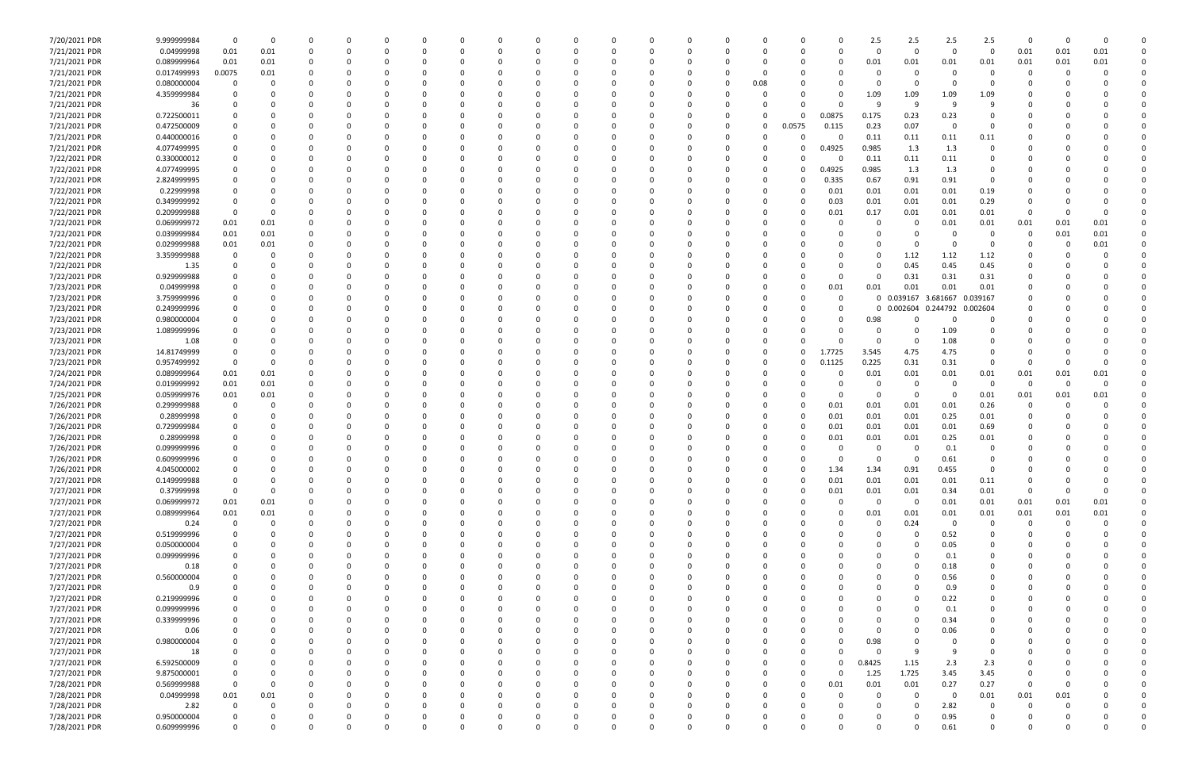| | | | | | | | | | | | | | | | | | | | | | | | | | | |
|---|---|---|---|---|---|---|---|---|---|---|---|---|---|---|---|---|---|---|---|---|---|---|---|---|---|---|
| 7/20/2021 PDR | 9.999999984 | 0 | 0 | 0 | 0 | 0 | 0 | 0 | 0 | 0 | 0 | 0 | 0 | 0 | 0 | 0 | 0 | 0 | 2.5 | 2.5 | 2.5 | 2.5 | 0 | 0 | 0 | 0 |
| 7/21/2021 PDR | 0.04999998 | 0.01 | 0.01 | 0 | 0 | 0 | 0 | 0 | 0 | 0 | 0 | 0 | 0 | 0 | 0 | 0 | 0 | 0 | 0 | 0 | 0 | 0 | 0.01 | 0.01 | 0.01 | 0 |
| 7/21/2021 PDR | 0.089999964 | 0.01 | 0.01 | 0 | 0 | 0 | 0 | 0 | 0 | 0 | 0 | 0 | 0 | 0 | 0 | 0 | 0 | 0 | 0.01 | 0.01 | 0.01 | 0.01 | 0.01 | 0.01 | 0.01 | 0 |
| 7/21/2021 PDR | 0.017499993 | 0.0075 | 0.01 | 0 | 0 | 0 | 0 | 0 | 0 | 0 | 0 | 0 | 0 | 0 | 0 | 0 | 0 | 0 | 0 | 0 | 0 | 0 | 0 | 0 | 0 | 0 |
| 7/21/2021 PDR | 0.080000004 | 0 | 0 | 0 | 0 | 0 | 0 | 0 | 0 | 0 | 0 | 0 | 0 | 0 | 0 | 0.08 | 0 | 0 | 0 | 0 | 0 | 0 | 0 | 0 | 0 | 0 |
| 7/21/2021 PDR | 4.359999984 | 0 | 0 | 0 | 0 | 0 | 0 | 0 | 0 | 0 | 0 | 0 | 0 | 0 | 0 | 0 | 0 | 0 | 1.09 | 1.09 | 1.09 | 1.09 | 0 | 0 | 0 | 0 |
| 7/21/2021 PDR | 36 | 0 | 0 | 0 | 0 | 0 | 0 | 0 | 0 | 0 | 0 | 0 | 0 | 0 | 0 | 0 | 0 | 0 | 9 | 9 | 9 | 9 | 0 | 0 | 0 | 0 |
| 7/21/2021 PDR | 0.722500011 | 0 | 0 | 0 | 0 | 0 | 0 | 0 | 0 | 0 | 0 | 0 | 0 | 0 | 0 | 0 | 0 | 0.0875 | 0.175 | 0.23 | 0.23 | 0 | 0 | 0 | 0 | 0 |
| 7/21/2021 PDR | 0.472500009 | 0 | 0 | 0 | 0 | 0 | 0 | 0 | 0 | 0 | 0 | 0 | 0 | 0 | 0 | 0 | 0.0575 | 0.115 | 0.23 | 0.07 | 0 | 0 | 0 | 0 | 0 | 0 |
| 7/21/2021 PDR | 0.440000016 | 0 | 0 | 0 | 0 | 0 | 0 | 0 | 0 | 0 | 0 | 0 | 0 | 0 | 0 | 0 | 0 | 0 | 0.11 | 0.11 | 0.11 | 0.11 | 0 | 0 | 0 | 0 |
| 7/21/2021 PDR | 4.077499995 | 0 | 0 | 0 | 0 | 0 | 0 | 0 | 0 | 0 | 0 | 0 | 0 | 0 | 0 | 0 | 0 | 0.4925 | 0.985 | 1.3 | 1.3 | 0 | 0 | 0 | 0 | 0 |
| 7/22/2021 PDR | 0.330000012 | 0 | 0 | 0 | 0 | 0 | 0 | 0 | 0 | 0 | 0 | 0 | 0 | 0 | 0 | 0 | 0 | 0 | 0.11 | 0.11 | 0.11 | 0 | 0 | 0 | 0 | 0 |
| 7/22/2021 PDR | 4.077499995 | 0 | 0 | 0 | 0 | 0 | 0 | 0 | 0 | 0 | 0 | 0 | 0 | 0 | 0 | 0 | 0 | 0.4925 | 0.985 | 1.3 | 1.3 | 0 | 0 | 0 | 0 | 0 |
| 7/22/2021 PDR | 2.824999995 | 0 | 0 | 0 | 0 | 0 | 0 | 0 | 0 | 0 | 0 | 0 | 0 | 0 | 0 | 0 | 0 | 0.335 | 0.67 | 0.91 | 0.91 | 0 | 0 | 0 | 0 | 0 |
| 7/22/2021 PDR | 0.22999998 | 0 | 0 | 0 | 0 | 0 | 0 | 0 | 0 | 0 | 0 | 0 | 0 | 0 | 0 | 0 | 0 | 0.01 | 0.01 | 0.01 | 0.01 | 0.19 | 0 | 0 | 0 | 0 |
| 7/22/2021 PDR | 0.349999992 | 0 | 0 | 0 | 0 | 0 | 0 | 0 | 0 | 0 | 0 | 0 | 0 | 0 | 0 | 0 | 0 | 0.03 | 0.01 | 0.01 | 0.01 | 0.29 | 0 | 0 | 0 | 0 |
| 7/22/2021 PDR | 0.209999988 | 0 | 0 | 0 | 0 | 0 | 0 | 0 | 0 | 0 | 0 | 0 | 0 | 0 | 0 | 0 | 0 | 0.01 | 0.17 | 0.01 | 0.01 | 0.01 | 0 | 0 | 0 | 0 |
| 7/22/2021 PDR | 0.069999972 | 0.01 | 0.01 | 0 | 0 | 0 | 0 | 0 | 0 | 0 | 0 | 0 | 0 | 0 | 0 | 0 | 0 | 0 | 0 | 0 | 0.01 | 0.01 | 0.01 | 0.01 | 0.01 | 0 |
| 7/22/2021 PDR | 0.039999984 | 0.01 | 0.01 | 0 | 0 | 0 | 0 | 0 | 0 | 0 | 0 | 0 | 0 | 0 | 0 | 0 | 0 | 0 | 0 | 0 | 0 | 0 | 0 | 0.01 | 0.01 | 0 |
| 7/22/2021 PDR | 0.029999988 | 0.01 | 0.01 | 0 | 0 | 0 | 0 | 0 | 0 | 0 | 0 | 0 | 0 | 0 | 0 | 0 | 0 | 0 | 0 | 0 | 0 | 0 | 0 | 0 | 0.01 | 0 |
| 7/22/2021 PDR | 3.359999988 | 0 | 0 | 0 | 0 | 0 | 0 | 0 | 0 | 0 | 0 | 0 | 0 | 0 | 0 | 0 | 0 | 0 | 0 | 1.12 | 1.12 | 1.12 | 0 | 0 | 0 | 0 |
| 7/22/2021 PDR | 1.35 | 0 | 0 | 0 | 0 | 0 | 0 | 0 | 0 | 0 | 0 | 0 | 0 | 0 | 0 | 0 | 0 | 0 | 0 | 0.45 | 0.45 | 0.45 | 0 | 0 | 0 | 0 |
| 7/22/2021 PDR | 0.929999988 | 0 | 0 | 0 | 0 | 0 | 0 | 0 | 0 | 0 | 0 | 0 | 0 | 0 | 0 | 0 | 0 | 0 | 0 | 0.31 | 0.31 | 0.31 | 0 | 0 | 0 | 0 |
| 7/23/2021 PDR | 0.04999998 | 0 | 0 | 0 | 0 | 0 | 0 | 0 | 0 | 0 | 0 | 0 | 0 | 0 | 0 | 0 | 0 | 0.01 | 0.01 | 0.01 | 0.01 | 0.01 | 0 | 0 | 0 | 0 |
| 7/23/2021 PDR | 3.759999996 | 0 | 0 | 0 | 0 | 0 | 0 | 0 | 0 | 0 | 0 | 0 | 0 | 0 | 0 | 0 | 0 | 0 | 0 | 0.039167 | 3.681667 | 0.039167 | 0 | 0 | 0 | 0 |
| 7/23/2021 PDR | 0.249999996 | 0 | 0 | 0 | 0 | 0 | 0 | 0 | 0 | 0 | 0 | 0 | 0 | 0 | 0 | 0 | 0 | 0 | 0 | 0.002604 | 0.244792 | 0.002604 | 0 | 0 | 0 | 0 |
| 7/23/2021 PDR | 0.980000004 | 0 | 0 | 0 | 0 | 0 | 0 | 0 | 0 | 0 | 0 | 0 | 0 | 0 | 0 | 0 | 0 | 0 | 0.98 | 0 | 0 | 0 | 0 | 0 | 0 | 0 |
| 7/23/2021 PDR | 1.089999996 | 0 | 0 | 0 | 0 | 0 | 0 | 0 | 0 | 0 | 0 | 0 | 0 | 0 | 0 | 0 | 0 | 0 | 0 | 0 | 1.09 | 0 | 0 | 0 | 0 | 0 |
| 7/23/2021 PDR | 1.08 | 0 | 0 | 0 | 0 | 0 | 0 | 0 | 0 | 0 | 0 | 0 | 0 | 0 | 0 | 0 | 0 | 0 | 0 | 0 | 1.08 | 0 | 0 | 0 | 0 | 0 |
| 7/23/2021 PDR | 14.81749999 | 0 | 0 | 0 | 0 | 0 | 0 | 0 | 0 | 0 | 0 | 0 | 0 | 0 | 0 | 0 | 0 | 1.7725 | 3.545 | 4.75 | 4.75 | 0 | 0 | 0 | 0 | 0 |
| 7/23/2021 PDR | 0.957499992 | 0 | 0 | 0 | 0 | 0 | 0 | 0 | 0 | 0 | 0 | 0 | 0 | 0 | 0 | 0 | 0 | 0.1125 | 0.225 | 0.31 | 0.31 | 0 | 0 | 0 | 0 | 0 |
| 7/24/2021 PDR | 0.089999964 | 0.01 | 0.01 | 0 | 0 | 0 | 0 | 0 | 0 | 0 | 0 | 0 | 0 | 0 | 0 | 0 | 0 | 0 | 0.01 | 0.01 | 0.01 | 0.01 | 0.01 | 0.01 | 0.01 | 0 |
| 7/24/2021 PDR | 0.019999992 | 0.01 | 0.01 | 0 | 0 | 0 | 0 | 0 | 0 | 0 | 0 | 0 | 0 | 0 | 0 | 0 | 0 | 0 | 0 | 0 | 0 | 0 | 0 | 0 | 0 | 0 |
| 7/25/2021 PDR | 0.059999976 | 0.01 | 0.01 | 0 | 0 | 0 | 0 | 0 | 0 | 0 | 0 | 0 | 0 | 0 | 0 | 0 | 0 | 0 | 0 | 0 | 0 | 0.01 | 0.01 | 0.01 | 0.01 | 0 |
| 7/26/2021 PDR | 0.299999988 | 0 | 0 | 0 | 0 | 0 | 0 | 0 | 0 | 0 | 0 | 0 | 0 | 0 | 0 | 0 | 0 | 0.01 | 0.01 | 0.01 | 0.01 | 0.26 | 0 | 0 | 0 | 0 |
| 7/26/2021 PDR | 0.28999998 | 0 | 0 | 0 | 0 | 0 | 0 | 0 | 0 | 0 | 0 | 0 | 0 | 0 | 0 | 0 | 0 | 0.01 | 0.01 | 0.01 | 0.25 | 0.01 | 0 | 0 | 0 | 0 |
| 7/26/2021 PDR | 0.729999984 | 0 | 0 | 0 | 0 | 0 | 0 | 0 | 0 | 0 | 0 | 0 | 0 | 0 | 0 | 0 | 0 | 0.01 | 0.01 | 0.01 | 0.01 | 0.69 | 0 | 0 | 0 | 0 |
| 7/26/2021 PDR | 0.28999998 | 0 | 0 | 0 | 0 | 0 | 0 | 0 | 0 | 0 | 0 | 0 | 0 | 0 | 0 | 0 | 0 | 0.01 | 0.01 | 0.01 | 0.25 | 0.01 | 0 | 0 | 0 | 0 |
| 7/26/2021 PDR | 0.099999996 | 0 | 0 | 0 | 0 | 0 | 0 | 0 | 0 | 0 | 0 | 0 | 0 | 0 | 0 | 0 | 0 | 0 | 0 | 0 | 0.1 | 0 | 0 | 0 | 0 | 0 |
| 7/26/2021 PDR | 0.609999996 | 0 | 0 | 0 | 0 | 0 | 0 | 0 | 0 | 0 | 0 | 0 | 0 | 0 | 0 | 0 | 0 | 0 | 0 | 0 | 0.61 | 0 | 0 | 0 | 0 | 0 |
| 7/26/2021 PDR | 4.045000002 | 0 | 0 | 0 | 0 | 0 | 0 | 0 | 0 | 0 | 0 | 0 | 0 | 0 | 0 | 0 | 0 | 1.34 | 1.34 | 0.91 | 0.455 | 0 | 0 | 0 | 0 | 0 |
| 7/27/2021 PDR | 0.149999988 | 0 | 0 | 0 | 0 | 0 | 0 | 0 | 0 | 0 | 0 | 0 | 0 | 0 | 0 | 0 | 0 | 0.01 | 0.01 | 0.01 | 0.01 | 0.11 | 0 | 0 | 0 | 0 |
| 7/27/2021 PDR | 0.37999998 | 0 | 0 | 0 | 0 | 0 | 0 | 0 | 0 | 0 | 0 | 0 | 0 | 0 | 0 | 0 | 0 | 0.01 | 0.01 | 0.01 | 0.34 | 0.01 | 0 | 0 | 0 | 0 |
| 7/27/2021 PDR | 0.069999972 | 0.01 | 0.01 | 0 | 0 | 0 | 0 | 0 | 0 | 0 | 0 | 0 | 0 | 0 | 0 | 0 | 0 | 0 | 0 | 0 | 0.01 | 0.01 | 0.01 | 0.01 | 0.01 | 0 |
| 7/27/2021 PDR | 0.089999964 | 0.01 | 0.01 | 0 | 0 | 0 | 0 | 0 | 0 | 0 | 0 | 0 | 0 | 0 | 0 | 0 | 0 | 0 | 0.01 | 0.01 | 0.01 | 0.01 | 0.01 | 0.01 | 0.01 | 0 |
| 7/27/2021 PDR | 0.24 | 0 | 0 | 0 | 0 | 0 | 0 | 0 | 0 | 0 | 0 | 0 | 0 | 0 | 0 | 0 | 0 | 0 | 0 | 0.24 | 0 | 0 | 0 | 0 | 0 | 0 |
| 7/27/2021 PDR | 0.519999996 | 0 | 0 | 0 | 0 | 0 | 0 | 0 | 0 | 0 | 0 | 0 | 0 | 0 | 0 | 0 | 0 | 0 | 0 | 0 | 0.52 | 0 | 0 | 0 | 0 | 0 |
| 7/27/2021 PDR | 0.050000004 | 0 | 0 | 0 | 0 | 0 | 0 | 0 | 0 | 0 | 0 | 0 | 0 | 0 | 0 | 0 | 0 | 0 | 0 | 0 | 0.05 | 0 | 0 | 0 | 0 | 0 |
| 7/27/2021 PDR | 0.099999996 | 0 | 0 | 0 | 0 | 0 | 0 | 0 | 0 | 0 | 0 | 0 | 0 | 0 | 0 | 0 | 0 | 0 | 0 | 0 | 0.1 | 0 | 0 | 0 | 0 | 0 |
| 7/27/2021 PDR | 0.18 | 0 | 0 | 0 | 0 | 0 | 0 | 0 | 0 | 0 | 0 | 0 | 0 | 0 | 0 | 0 | 0 | 0 | 0 | 0 | 0.18 | 0 | 0 | 0 | 0 | 0 |
| 7/27/2021 PDR | 0.560000004 | 0 | 0 | 0 | 0 | 0 | 0 | 0 | 0 | 0 | 0 | 0 | 0 | 0 | 0 | 0 | 0 | 0 | 0 | 0 | 0.56 | 0 | 0 | 0 | 0 | 0 |
| 7/27/2021 PDR | 0.9 | 0 | 0 | 0 | 0 | 0 | 0 | 0 | 0 | 0 | 0 | 0 | 0 | 0 | 0 | 0 | 0 | 0 | 0 | 0 | 0.9 | 0 | 0 | 0 | 0 | 0 |
| 7/27/2021 PDR | 0.219999996 | 0 | 0 | 0 | 0 | 0 | 0 | 0 | 0 | 0 | 0 | 0 | 0 | 0 | 0 | 0 | 0 | 0 | 0 | 0 | 0.22 | 0 | 0 | 0 | 0 | 0 |
| 7/27/2021 PDR | 0.099999996 | 0 | 0 | 0 | 0 | 0 | 0 | 0 | 0 | 0 | 0 | 0 | 0 | 0 | 0 | 0 | 0 | 0 | 0 | 0 | 0.1 | 0 | 0 | 0 | 0 | 0 |
| 7/27/2021 PDR | 0.339999996 | 0 | 0 | 0 | 0 | 0 | 0 | 0 | 0 | 0 | 0 | 0 | 0 | 0 | 0 | 0 | 0 | 0 | 0 | 0 | 0.34 | 0 | 0 | 0 | 0 | 0 |
| 7/27/2021 PDR | 0.06 | 0 | 0 | 0 | 0 | 0 | 0 | 0 | 0 | 0 | 0 | 0 | 0 | 0 | 0 | 0 | 0 | 0 | 0 | 0 | 0.06 | 0 | 0 | 0 | 0 | 0 |
| 7/27/2021 PDR | 0.980000004 | 0 | 0 | 0 | 0 | 0 | 0 | 0 | 0 | 0 | 0 | 0 | 0 | 0 | 0 | 0 | 0 | 0 | 0.98 | 0 | 0 | 0 | 0 | 0 | 0 | 0 |
| 7/27/2021 PDR | 18 | 0 | 0 | 0 | 0 | 0 | 0 | 0 | 0 | 0 | 0 | 0 | 0 | 0 | 0 | 0 | 0 | 0 | 0 | 9 | 9 | 0 | 0 | 0 | 0 | 0 |
| 7/27/2021 PDR | 6.592500009 | 0 | 0 | 0 | 0 | 0 | 0 | 0 | 0 | 0 | 0 | 0 | 0 | 0 | 0 | 0 | 0 | 0 | 0.8425 | 1.15 | 2.3 | 2.3 | 0 | 0 | 0 | 0 |
| 7/27/2021 PDR | 9.875000001 | 0 | 0 | 0 | 0 | 0 | 0 | 0 | 0 | 0 | 0 | 0 | 0 | 0 | 0 | 0 | 0 | 0 | 1.25 | 1.725 | 3.45 | 3.45 | 0 | 0 | 0 | 0 |
| 7/28/2021 PDR | 0.569999988 | 0 | 0 | 0 | 0 | 0 | 0 | 0 | 0 | 0 | 0 | 0 | 0 | 0 | 0 | 0 | 0 | 0.01 | 0.01 | 0.01 | 0.27 | 0.27 | 0 | 0 | 0 | 0 |
| 7/28/2021 PDR | 0.04999998 | 0.01 | 0.01 | 0 | 0 | 0 | 0 | 0 | 0 | 0 | 0 | 0 | 0 | 0 | 0 | 0 | 0 | 0 | 0 | 0 | 0 | 0.01 | 0.01 | 0.01 | 0 | 0 |
| 7/28/2021 PDR | 2.82 | 0 | 0 | 0 | 0 | 0 | 0 | 0 | 0 | 0 | 0 | 0 | 0 | 0 | 0 | 0 | 0 | 0 | 0 | 0 | 2.82 | 0 | 0 | 0 | 0 | 0 |
| 7/28/2021 PDR | 0.950000004 | 0 | 0 | 0 | 0 | 0 | 0 | 0 | 0 | 0 | 0 | 0 | 0 | 0 | 0 | 0 | 0 | 0 | 0 | 0 | 0.95 | 0 | 0 | 0 | 0 | 0 |
| 7/28/2021 PDR | 0.609999996 | 0 | 0 | 0 | 0 | 0 | 0 | 0 | 0 | 0 | 0 | 0 | 0 | 0 | 0 | 0 | 0 | 0 | 0 | 0 | 0.61 | 0 | 0 | 0 | 0 | 0 |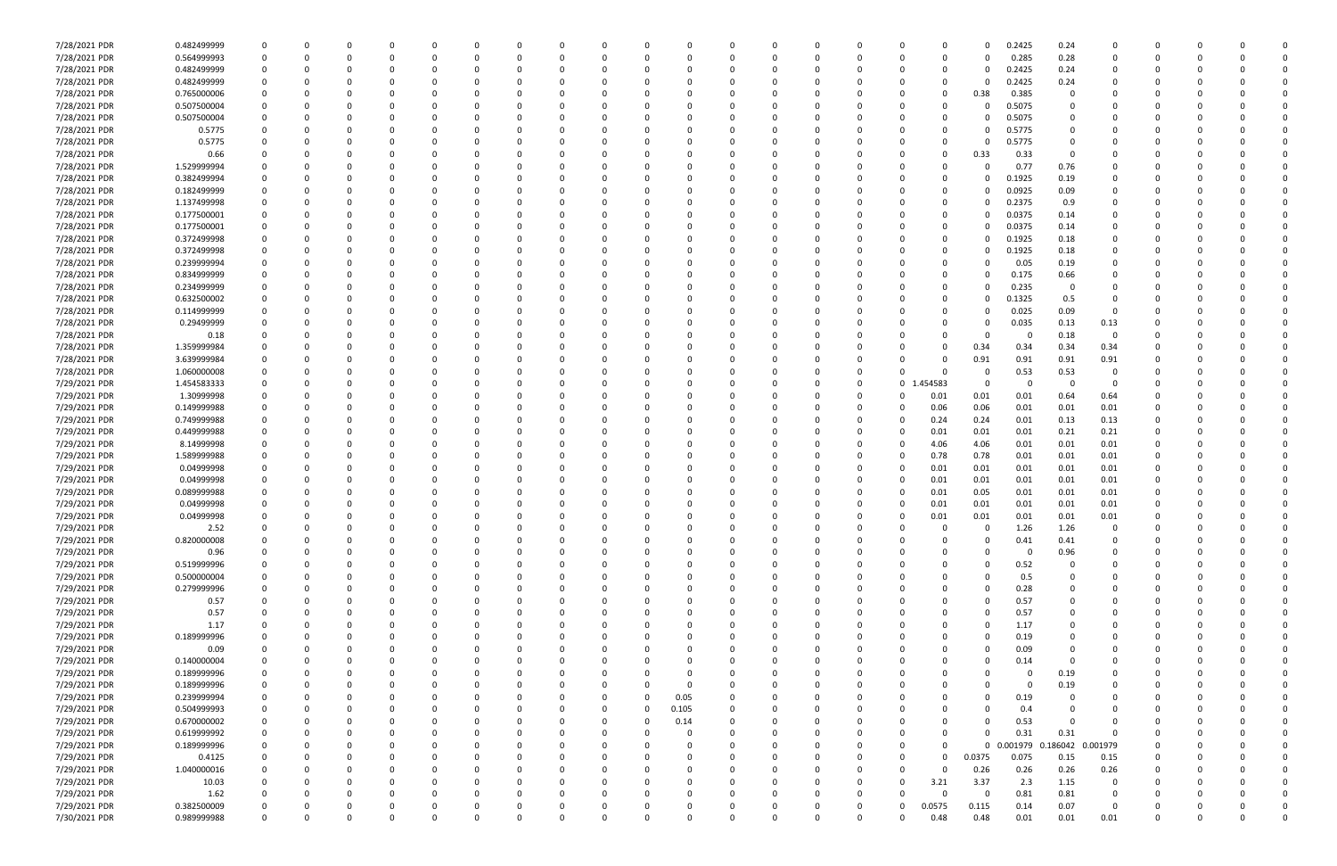| | | | | | | | | | | | | | | | | | | | | | | | | | | |
|---|---|---|---|---|---|---|---|---|---|---|---|---|---|---|---|---|---|---|---|---|---|---|---|---|---|---|
| 7/28/2021 PDR | 0.482499999 | 0 | 0 | 0 | 0 | 0 | 0 | 0 | 0 | 0 | 0 | 0 | 0 | 0 | 0 | 0 | 0 | 0 | 0 | 0.2425 | 0.24 | 0 | 0 | 0 | 0 | 0 | 0 |
| 7/28/2021 PDR | 0.564999993 | 0 | 0 | 0 | 0 | 0 | 0 | 0 | 0 | 0 | 0 | 0 | 0 | 0 | 0 | 0 | 0 | 0 | 0 | 0.285 | 0.28 | 0 | 0 | 0 | 0 | 0 | 0 |
| 7/28/2021 PDR | 0.482499999 | 0 | 0 | 0 | 0 | 0 | 0 | 0 | 0 | 0 | 0 | 0 | 0 | 0 | 0 | 0 | 0 | 0 | 0 | 0.2425 | 0.24 | 0 | 0 | 0 | 0 | 0 | 0 |
| 7/28/2021 PDR | 0.482499999 | 0 | 0 | 0 | 0 | 0 | 0 | 0 | 0 | 0 | 0 | 0 | 0 | 0 | 0 | 0 | 0 | 0 | 0 | 0.2425 | 0.24 | 0 | 0 | 0 | 0 | 0 | 0 |
| 7/28/2021 PDR | 0.765000006 | 0 | 0 | 0 | 0 | 0 | 0 | 0 | 0 | 0 | 0 | 0 | 0 | 0 | 0 | 0 | 0 | 0 | 0.38 | 0.385 | 0 | 0 | 0 | 0 | 0 | 0 | 0 |
| 7/28/2021 PDR | 0.507500004 | 0 | 0 | 0 | 0 | 0 | 0 | 0 | 0 | 0 | 0 | 0 | 0 | 0 | 0 | 0 | 0 | 0 | 0 | 0.5075 | 0 | 0 | 0 | 0 | 0 | 0 | 0 |
| 7/28/2021 PDR | 0.507500004 | 0 | 0 | 0 | 0 | 0 | 0 | 0 | 0 | 0 | 0 | 0 | 0 | 0 | 0 | 0 | 0 | 0 | 0 | 0.5075 | 0 | 0 | 0 | 0 | 0 | 0 | 0 |
| 7/28/2021 PDR | 0.5775 | 0 | 0 | 0 | 0 | 0 | 0 | 0 | 0 | 0 | 0 | 0 | 0 | 0 | 0 | 0 | 0 | 0 | 0 | 0.5775 | 0 | 0 | 0 | 0 | 0 | 0 | 0 |
| 7/28/2021 PDR | 0.5775 | 0 | 0 | 0 | 0 | 0 | 0 | 0 | 0 | 0 | 0 | 0 | 0 | 0 | 0 | 0 | 0 | 0 | 0 | 0.5775 | 0 | 0 | 0 | 0 | 0 | 0 | 0 |
| 7/28/2021 PDR | 0.66 | 0 | 0 | 0 | 0 | 0 | 0 | 0 | 0 | 0 | 0 | 0 | 0 | 0 | 0 | 0 | 0 | 0 | 0.33 | 0.33 | 0 | 0 | 0 | 0 | 0 | 0 | 0 |
| 7/28/2021 PDR | 1.529999994 | 0 | 0 | 0 | 0 | 0 | 0 | 0 | 0 | 0 | 0 | 0 | 0 | 0 | 0 | 0 | 0 | 0 | 0 | 0.77 | 0.76 | 0 | 0 | 0 | 0 | 0 | 0 |
| 7/28/2021 PDR | 0.382499994 | 0 | 0 | 0 | 0 | 0 | 0 | 0 | 0 | 0 | 0 | 0 | 0 | 0 | 0 | 0 | 0 | 0 | 0 | 0.1925 | 0.19 | 0 | 0 | 0 | 0 | 0 | 0 |
| 7/28/2021 PDR | 0.182499999 | 0 | 0 | 0 | 0 | 0 | 0 | 0 | 0 | 0 | 0 | 0 | 0 | 0 | 0 | 0 | 0 | 0 | 0 | 0.0925 | 0.09 | 0 | 0 | 0 | 0 | 0 | 0 |
| 7/28/2021 PDR | 1.137499998 | 0 | 0 | 0 | 0 | 0 | 0 | 0 | 0 | 0 | 0 | 0 | 0 | 0 | 0 | 0 | 0 | 0 | 0 | 0.2375 | 0.9 | 0 | 0 | 0 | 0 | 0 | 0 |
| 7/28/2021 PDR | 0.177500001 | 0 | 0 | 0 | 0 | 0 | 0 | 0 | 0 | 0 | 0 | 0 | 0 | 0 | 0 | 0 | 0 | 0 | 0 | 0.0375 | 0.14 | 0 | 0 | 0 | 0 | 0 | 0 |
| 7/28/2021 PDR | 0.177500001 | 0 | 0 | 0 | 0 | 0 | 0 | 0 | 0 | 0 | 0 | 0 | 0 | 0 | 0 | 0 | 0 | 0 | 0 | 0.0375 | 0.14 | 0 | 0 | 0 | 0 | 0 | 0 |
| 7/28/2021 PDR | 0.372499998 | 0 | 0 | 0 | 0 | 0 | 0 | 0 | 0 | 0 | 0 | 0 | 0 | 0 | 0 | 0 | 0 | 0 | 0 | 0.1925 | 0.18 | 0 | 0 | 0 | 0 | 0 | 0 |
| 7/28/2021 PDR | 0.372499998 | 0 | 0 | 0 | 0 | 0 | 0 | 0 | 0 | 0 | 0 | 0 | 0 | 0 | 0 | 0 | 0 | 0 | 0 | 0.1925 | 0.18 | 0 | 0 | 0 | 0 | 0 | 0 |
| 7/28/2021 PDR | 0.239999994 | 0 | 0 | 0 | 0 | 0 | 0 | 0 | 0 | 0 | 0 | 0 | 0 | 0 | 0 | 0 | 0 | 0 | 0 | 0.05 | 0.19 | 0 | 0 | 0 | 0 | 0 | 0 |
| 7/28/2021 PDR | 0.834999999 | 0 | 0 | 0 | 0 | 0 | 0 | 0 | 0 | 0 | 0 | 0 | 0 | 0 | 0 | 0 | 0 | 0 | 0 | 0.175 | 0.66 | 0 | 0 | 0 | 0 | 0 | 0 |
| 7/28/2021 PDR | 0.234999999 | 0 | 0 | 0 | 0 | 0 | 0 | 0 | 0 | 0 | 0 | 0 | 0 | 0 | 0 | 0 | 0 | 0 | 0 | 0.235 | 0 | 0 | 0 | 0 | 0 | 0 | 0 |
| 7/28/2021 PDR | 0.632500002 | 0 | 0 | 0 | 0 | 0 | 0 | 0 | 0 | 0 | 0 | 0 | 0 | 0 | 0 | 0 | 0 | 0 | 0 | 0.1325 | 0.5 | 0 | 0 | 0 | 0 | 0 | 0 |
| 7/28/2021 PDR | 0.114999999 | 0 | 0 | 0 | 0 | 0 | 0 | 0 | 0 | 0 | 0 | 0 | 0 | 0 | 0 | 0 | 0 | 0 | 0 | 0.025 | 0.09 | 0 | 0 | 0 | 0 | 0 | 0 |
| 7/28/2021 PDR | 0.29499999 | 0 | 0 | 0 | 0 | 0 | 0 | 0 | 0 | 0 | 0 | 0 | 0 | 0 | 0 | 0 | 0 | 0 | 0 | 0.035 | 0.13 | 0.13 | 0 | 0 | 0 | 0 | 0 |
| 7/28/2021 PDR | 0.18 | 0 | 0 | 0 | 0 | 0 | 0 | 0 | 0 | 0 | 0 | 0 | 0 | 0 | 0 | 0 | 0 | 0 | 0 | 0 | 0.18 | 0 | 0 | 0 | 0 | 0 | 0 |
| 7/28/2021 PDR | 1.359999984 | 0 | 0 | 0 | 0 | 0 | 0 | 0 | 0 | 0 | 0 | 0 | 0 | 0 | 0 | 0 | 0 | 0 | 0.34 | 0.34 | 0.34 | 0.34 | 0 | 0 | 0 | 0 | 0 |
| 7/28/2021 PDR | 3.639999984 | 0 | 0 | 0 | 0 | 0 | 0 | 0 | 0 | 0 | 0 | 0 | 0 | 0 | 0 | 0 | 0 | 0 | 0.91 | 0.91 | 0.91 | 0.91 | 0 | 0 | 0 | 0 | 0 |
| 7/28/2021 PDR | 1.060000008 | 0 | 0 | 0 | 0 | 0 | 0 | 0 | 0 | 0 | 0 | 0 | 0 | 0 | 0 | 0 | 0 | 0 | 0 | 0.53 | 0.53 | 0 | 0 | 0 | 0 | 0 | 0 |
| 7/29/2021 PDR | 1.454583333 | 0 | 0 | 0 | 0 | 0 | 0 | 0 | 0 | 0 | 0 | 0 | 0 | 0 | 0 | 0 | 0 | 1.454583 | 0 | 0 | 0 | 0 | 0 | 0 | 0 | 0 | 0 |
| 7/29/2021 PDR | 1.30999998 | 0 | 0 | 0 | 0 | 0 | 0 | 0 | 0 | 0 | 0 | 0 | 0 | 0 | 0 | 0 | 0 | 0.01 | 0.01 | 0.01 | 0.64 | 0.64 | 0 | 0 | 0 | 0 | 0 |
| 7/29/2021 PDR | 0.149999988 | 0 | 0 | 0 | 0 | 0 | 0 | 0 | 0 | 0 | 0 | 0 | 0 | 0 | 0 | 0 | 0 | 0.06 | 0.06 | 0.01 | 0.01 | 0.01 | 0 | 0 | 0 | 0 | 0 |
| 7/29/2021 PDR | 0.749999988 | 0 | 0 | 0 | 0 | 0 | 0 | 0 | 0 | 0 | 0 | 0 | 0 | 0 | 0 | 0 | 0 | 0.24 | 0.24 | 0.01 | 0.13 | 0.13 | 0 | 0 | 0 | 0 | 0 |
| 7/29/2021 PDR | 0.449999988 | 0 | 0 | 0 | 0 | 0 | 0 | 0 | 0 | 0 | 0 | 0 | 0 | 0 | 0 | 0 | 0 | 0.01 | 0.01 | 0.01 | 0.21 | 0.21 | 0 | 0 | 0 | 0 | 0 |
| 7/29/2021 PDR | 8.14999998 | 0 | 0 | 0 | 0 | 0 | 0 | 0 | 0 | 0 | 0 | 0 | 0 | 0 | 0 | 0 | 0 | 4.06 | 4.06 | 0.01 | 0.01 | 0.01 | 0 | 0 | 0 | 0 | 0 |
| 7/29/2021 PDR | 1.589999988 | 0 | 0 | 0 | 0 | 0 | 0 | 0 | 0 | 0 | 0 | 0 | 0 | 0 | 0 | 0 | 0 | 0.78 | 0.78 | 0.01 | 0.01 | 0.01 | 0 | 0 | 0 | 0 | 0 |
| 7/29/2021 PDR | 0.04999998 | 0 | 0 | 0 | 0 | 0 | 0 | 0 | 0 | 0 | 0 | 0 | 0 | 0 | 0 | 0 | 0 | 0.01 | 0.01 | 0.01 | 0.01 | 0.01 | 0 | 0 | 0 | 0 | 0 |
| 7/29/2021 PDR | 0.04999998 | 0 | 0 | 0 | 0 | 0 | 0 | 0 | 0 | 0 | 0 | 0 | 0 | 0 | 0 | 0 | 0 | 0.01 | 0.01 | 0.01 | 0.01 | 0.01 | 0 | 0 | 0 | 0 | 0 |
| 7/29/2021 PDR | 0.089999988 | 0 | 0 | 0 | 0 | 0 | 0 | 0 | 0 | 0 | 0 | 0 | 0 | 0 | 0 | 0 | 0 | 0.01 | 0.05 | 0.01 | 0.01 | 0.01 | 0 | 0 | 0 | 0 | 0 |
| 7/29/2021 PDR | 0.04999998 | 0 | 0 | 0 | 0 | 0 | 0 | 0 | 0 | 0 | 0 | 0 | 0 | 0 | 0 | 0 | 0 | 0.01 | 0.01 | 0.01 | 0.01 | 0.01 | 0 | 0 | 0 | 0 | 0 |
| 7/29/2021 PDR | 0.04999998 | 0 | 0 | 0 | 0 | 0 | 0 | 0 | 0 | 0 | 0 | 0 | 0 | 0 | 0 | 0 | 0 | 0.01 | 0.01 | 0.01 | 0.01 | 0.01 | 0 | 0 | 0 | 0 | 0 |
| 7/29/2021 PDR | 2.52 | 0 | 0 | 0 | 0 | 0 | 0 | 0 | 0 | 0 | 0 | 0 | 0 | 0 | 0 | 0 | 0 | 0 | 0 | 1.26 | 1.26 | 0 | 0 | 0 | 0 | 0 | 0 |
| 7/29/2021 PDR | 0.820000008 | 0 | 0 | 0 | 0 | 0 | 0 | 0 | 0 | 0 | 0 | 0 | 0 | 0 | 0 | 0 | 0 | 0 | 0 | 0.41 | 0.41 | 0 | 0 | 0 | 0 | 0 | 0 |
| 7/29/2021 PDR | 0.96 | 0 | 0 | 0 | 0 | 0 | 0 | 0 | 0 | 0 | 0 | 0 | 0 | 0 | 0 | 0 | 0 | 0 | 0 | 0 | 0.96 | 0 | 0 | 0 | 0 | 0 | 0 |
| 7/29/2021 PDR | 0.519999996 | 0 | 0 | 0 | 0 | 0 | 0 | 0 | 0 | 0 | 0 | 0 | 0 | 0 | 0 | 0 | 0 | 0 | 0 | 0.52 | 0 | 0 | 0 | 0 | 0 | 0 | 0 |
| 7/29/2021 PDR | 0.500000004 | 0 | 0 | 0 | 0 | 0 | 0 | 0 | 0 | 0 | 0 | 0 | 0 | 0 | 0 | 0 | 0 | 0 | 0 | 0.5 | 0 | 0 | 0 | 0 | 0 | 0 | 0 |
| 7/29/2021 PDR | 0.279999996 | 0 | 0 | 0 | 0 | 0 | 0 | 0 | 0 | 0 | 0 | 0 | 0 | 0 | 0 | 0 | 0 | 0 | 0 | 0.28 | 0 | 0 | 0 | 0 | 0 | 0 | 0 |
| 7/29/2021 PDR | 0.57 | 0 | 0 | 0 | 0 | 0 | 0 | 0 | 0 | 0 | 0 | 0 | 0 | 0 | 0 | 0 | 0 | 0 | 0 | 0.57 | 0 | 0 | 0 | 0 | 0 | 0 | 0 |
| 7/29/2021 PDR | 0.57 | 0 | 0 | 0 | 0 | 0 | 0 | 0 | 0 | 0 | 0 | 0 | 0 | 0 | 0 | 0 | 0 | 0 | 0 | 0.57 | 0 | 0 | 0 | 0 | 0 | 0 | 0 |
| 7/29/2021 PDR | 1.17 | 0 | 0 | 0 | 0 | 0 | 0 | 0 | 0 | 0 | 0 | 0 | 0 | 0 | 0 | 0 | 0 | 0 | 0 | 1.17 | 0 | 0 | 0 | 0 | 0 | 0 | 0 |
| 7/29/2021 PDR | 0.189999996 | 0 | 0 | 0 | 0 | 0 | 0 | 0 | 0 | 0 | 0 | 0 | 0 | 0 | 0 | 0 | 0 | 0 | 0 | 0.19 | 0 | 0 | 0 | 0 | 0 | 0 | 0 |
| 7/29/2021 PDR | 0.09 | 0 | 0 | 0 | 0 | 0 | 0 | 0 | 0 | 0 | 0 | 0 | 0 | 0 | 0 | 0 | 0 | 0 | 0 | 0.09 | 0 | 0 | 0 | 0 | 0 | 0 | 0 |
| 7/29/2021 PDR | 0.140000004 | 0 | 0 | 0 | 0 | 0 | 0 | 0 | 0 | 0 | 0 | 0 | 0 | 0 | 0 | 0 | 0 | 0 | 0 | 0.14 | 0 | 0 | 0 | 0 | 0 | 0 | 0 |
| 7/29/2021 PDR | 0.189999996 | 0 | 0 | 0 | 0 | 0 | 0 | 0 | 0 | 0 | 0 | 0 | 0 | 0 | 0 | 0 | 0 | 0 | 0 | 0 | 0.19 | 0 | 0 | 0 | 0 | 0 | 0 |
| 7/29/2021 PDR | 0.189999996 | 0 | 0 | 0 | 0 | 0 | 0 | 0 | 0 | 0 | 0 | 0 | 0 | 0 | 0 | 0 | 0 | 0 | 0 | 0 | 0.19 | 0 | 0 | 0 | 0 | 0 | 0 |
| 7/29/2021 PDR | 0.239999994 | 0 | 0 | 0 | 0 | 0 | 0 | 0 | 0 | 0 | 0 | 0.05 | 0 | 0 | 0 | 0 | 0 | 0 | 0 | 0.19 | 0 | 0 | 0 | 0 | 0 | 0 | 0 |
| 7/29/2021 PDR | 0.504999993 | 0 | 0 | 0 | 0 | 0 | 0 | 0 | 0 | 0 | 0 | 0.105 | 0 | 0 | 0 | 0 | 0 | 0 | 0 | 0.4 | 0 | 0 | 0 | 0 | 0 | 0 | 0 |
| 7/29/2021 PDR | 0.670000002 | 0 | 0 | 0 | 0 | 0 | 0 | 0 | 0 | 0 | 0 | 0.14 | 0 | 0 | 0 | 0 | 0 | 0 | 0 | 0.53 | 0 | 0 | 0 | 0 | 0 | 0 | 0 |
| 7/29/2021 PDR | 0.619999992 | 0 | 0 | 0 | 0 | 0 | 0 | 0 | 0 | 0 | 0 | 0 | 0 | 0 | 0 | 0 | 0 | 0 | 0 | 0.31 | 0.31 | 0 | 0 | 0 | 0 | 0 | 0 |
| 7/29/2021 PDR | 0.189999996 | 0 | 0 | 0 | 0 | 0 | 0 | 0 | 0 | 0 | 0 | 0 | 0 | 0 | 0 | 0 | 0 | 0 | 0 | 0.001979 | 0.186042 | 0.001979 | 0 | 0 | 0 | 0 | 0 |
| 7/29/2021 PDR | 0.4125 | 0 | 0 | 0 | 0 | 0 | 0 | 0 | 0 | 0 | 0 | 0 | 0 | 0 | 0 | 0 | 0 | 0 | 0.0375 | 0.075 | 0.15 | 0.15 | 0 | 0 | 0 | 0 | 0 |
| 7/29/2021 PDR | 1.040000016 | 0 | 0 | 0 | 0 | 0 | 0 | 0 | 0 | 0 | 0 | 0 | 0 | 0 | 0 | 0 | 0 | 0 | 0.26 | 0.26 | 0.26 | 0.26 | 0 | 0 | 0 | 0 | 0 |
| 7/29/2021 PDR | 10.03 | 0 | 0 | 0 | 0 | 0 | 0 | 0 | 0 | 0 | 0 | 0 | 0 | 0 | 0 | 0 | 0 | 3.21 | 3.37 | 2.3 | 1.15 | 0 | 0 | 0 | 0 | 0 | 0 |
| 7/29/2021 PDR | 1.62 | 0 | 0 | 0 | 0 | 0 | 0 | 0 | 0 | 0 | 0 | 0 | 0 | 0 | 0 | 0 | 0 | 0 | 0 | 0.81 | 0.81 | 0 | 0 | 0 | 0 | 0 | 0 |
| 7/29/2021 PDR | 0.382500009 | 0 | 0 | 0 | 0 | 0 | 0 | 0 | 0 | 0 | 0 | 0 | 0 | 0 | 0 | 0 | 0 | 0.0575 | 0.115 | 0.14 | 0.07 | 0 | 0 | 0 | 0 | 0 | 0 |
| 7/30/2021 PDR | 0.989999988 | 0 | 0 | 0 | 0 | 0 | 0 | 0 | 0 | 0 | 0 | 0 | 0 | 0 | 0 | 0 | 0 | 0.48 | 0.48 | 0.01 | 0.01 | 0.01 | 0 | 0 | 0 | 0 | 0 |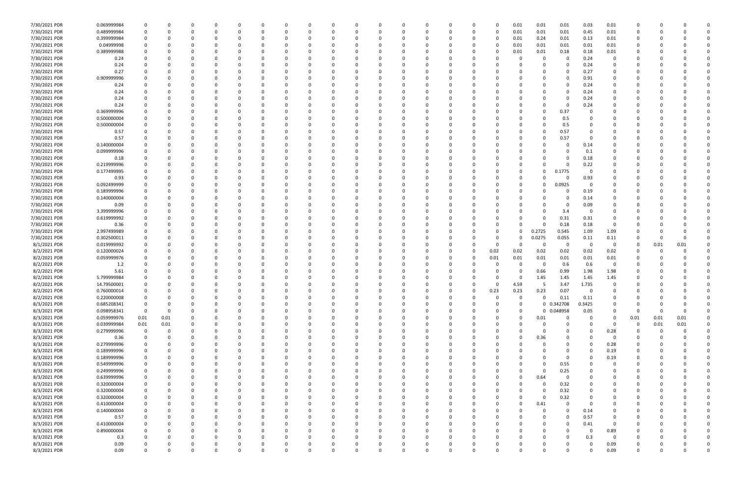| | | | | | | | | | | | | | | | | | | | | | | | | | | | |
|---|---|---|---|---|---|---|---|---|---|---|---|---|---|---|---|---|---|---|---|---|---|---|---|---|---|---|---|
| 7/30/2021 PDR | 0.069999984 | 0 | 0 | 0 | 0 | 0 | 0 | 0 | 0 | 0 | 0 | 0 | 0 | 0 | 0 | 0 | 0 | 0 | 0.01 | 0.01 | 0.01 | 0.03 | 0.01 | 0 | 0 | 0 | 0 |
| 7/30/2021 PDR | 0.489999984 | 0 | 0 | 0 | 0 | 0 | 0 | 0 | 0 | 0 | 0 | 0 | 0 | 0 | 0 | 0 | 0 | 0 | 0.01 | 0.01 | 0.01 | 0.45 | 0.01 | 0 | 0 | 0 | 0 |
| 7/30/2021 PDR | 0.399999984 | 0 | 0 | 0 | 0 | 0 | 0 | 0 | 0 | 0 | 0 | 0 | 0 | 0 | 0 | 0 | 0 | 0 | 0.01 | 0.24 | 0.01 | 0.13 | 0.01 | 0 | 0 | 0 | 0 |
| 7/30/2021 PDR | 0.04999998 | 0 | 0 | 0 | 0 | 0 | 0 | 0 | 0 | 0 | 0 | 0 | 0 | 0 | 0 | 0 | 0 | 0 | 0.01 | 0.01 | 0.01 | 0.01 | 0.01 | 0 | 0 | 0 | 0 |
| 7/30/2021 PDR | 0.389999988 | 0 | 0 | 0 | 0 | 0 | 0 | 0 | 0 | 0 | 0 | 0 | 0 | 0 | 0 | 0 | 0 | 0 | 0.01 | 0.01 | 0.18 | 0.18 | 0.01 | 0 | 0 | 0 | 0 |
| 7/30/2021 PDR | 0.24 | 0 | 0 | 0 | 0 | 0 | 0 | 0 | 0 | 0 | 0 | 0 | 0 | 0 | 0 | 0 | 0 | 0 | 0 | 0 | 0 | 0.24 | 0 | 0 | 0 | 0 | 0 |
| 7/30/2021 PDR | 0.24 | 0 | 0 | 0 | 0 | 0 | 0 | 0 | 0 | 0 | 0 | 0 | 0 | 0 | 0 | 0 | 0 | 0 | 0 | 0 | 0 | 0.24 | 0 | 0 | 0 | 0 | 0 |
| 7/30/2021 PDR | 0.27 | 0 | 0 | 0 | 0 | 0 | 0 | 0 | 0 | 0 | 0 | 0 | 0 | 0 | 0 | 0 | 0 | 0 | 0 | 0 | 0 | 0.27 | 0 | 0 | 0 | 0 | 0 |
| 7/30/2021 PDR | 0.909999996 | 0 | 0 | 0 | 0 | 0 | 0 | 0 | 0 | 0 | 0 | 0 | 0 | 0 | 0 | 0 | 0 | 0 | 0 | 0 | 0 | 0.91 | 0 | 0 | 0 | 0 | 0 |
| 7/30/2021 PDR | 0.24 | 0 | 0 | 0 | 0 | 0 | 0 | 0 | 0 | 0 | 0 | 0 | 0 | 0 | 0 | 0 | 0 | 0 | 0 | 0 | 0 | 0.24 | 0 | 0 | 0 | 0 | 0 |
| 7/30/2021 PDR | 0.24 | 0 | 0 | 0 | 0 | 0 | 0 | 0 | 0 | 0 | 0 | 0 | 0 | 0 | 0 | 0 | 0 | 0 | 0 | 0 | 0 | 0.24 | 0 | 0 | 0 | 0 | 0 |
| 7/30/2021 PDR | 0.24 | 0 | 0 | 0 | 0 | 0 | 0 | 0 | 0 | 0 | 0 | 0 | 0 | 0 | 0 | 0 | 0 | 0 | 0 | 0 | 0 | 0.24 | 0 | 0 | 0 | 0 | 0 |
| 7/30/2021 PDR | 0.24 | 0 | 0 | 0 | 0 | 0 | 0 | 0 | 0 | 0 | 0 | 0 | 0 | 0 | 0 | 0 | 0 | 0 | 0 | 0 | 0 | 0.24 | 0 | 0 | 0 | 0 | 0 |
| 7/30/2021 PDR | 0.369999996 | 0 | 0 | 0 | 0 | 0 | 0 | 0 | 0 | 0 | 0 | 0 | 0 | 0 | 0 | 0 | 0 | 0 | 0 | 0 | 0.37 | 0 | 0 | 0 | 0 | 0 | 0 |
| 7/30/2021 PDR | 0.500000004 | 0 | 0 | 0 | 0 | 0 | 0 | 0 | 0 | 0 | 0 | 0 | 0 | 0 | 0 | 0 | 0 | 0 | 0 | 0 | 0.5 | 0 | 0 | 0 | 0 | 0 | 0 |
| 7/30/2021 PDR | 0.500000004 | 0 | 0 | 0 | 0 | 0 | 0 | 0 | 0 | 0 | 0 | 0 | 0 | 0 | 0 | 0 | 0 | 0 | 0 | 0 | 0.5 | 0 | 0 | 0 | 0 | 0 | 0 |
| 7/30/2021 PDR | 0.57 | 0 | 0 | 0 | 0 | 0 | 0 | 0 | 0 | 0 | 0 | 0 | 0 | 0 | 0 | 0 | 0 | 0 | 0 | 0 | 0.57 | 0 | 0 | 0 | 0 | 0 | 0 |
| 7/30/2021 PDR | 0.57 | 0 | 0 | 0 | 0 | 0 | 0 | 0 | 0 | 0 | 0 | 0 | 0 | 0 | 0 | 0 | 0 | 0 | 0 | 0 | 0.57 | 0 | 0 | 0 | 0 | 0 | 0 |
| 7/30/2021 PDR | 0.140000004 | 0 | 0 | 0 | 0 | 0 | 0 | 0 | 0 | 0 | 0 | 0 | 0 | 0 | 0 | 0 | 0 | 0 | 0 | 0 | 0 | 0.14 | 0 | 0 | 0 | 0 | 0 |
| 7/30/2021 PDR | 0.099999996 | 0 | 0 | 0 | 0 | 0 | 0 | 0 | 0 | 0 | 0 | 0 | 0 | 0 | 0 | 0 | 0 | 0 | 0 | 0 | 0 | 0.1 | 0 | 0 | 0 | 0 | 0 |
| 7/30/2021 PDR | 0.18 | 0 | 0 | 0 | 0 | 0 | 0 | 0 | 0 | 0 | 0 | 0 | 0 | 0 | 0 | 0 | 0 | 0 | 0 | 0 | 0 | 0.18 | 0 | 0 | 0 | 0 | 0 |
| 7/30/2021 PDR | 0.219999996 | 0 | 0 | 0 | 0 | 0 | 0 | 0 | 0 | 0 | 0 | 0 | 0 | 0 | 0 | 0 | 0 | 0 | 0 | 0 | 0 | 0.22 | 0 | 0 | 0 | 0 | 0 |
| 7/30/2021 PDR | 0.177499995 | 0 | 0 | 0 | 0 | 0 | 0 | 0 | 0 | 0 | 0 | 0 | 0 | 0 | 0 | 0 | 0 | 0 | 0 | 0 | 0.1775 | 0 | 0 | 0 | 0 | 0 | 0 |
| 7/30/2021 PDR | 0.93 | 0 | 0 | 0 | 0 | 0 | 0 | 0 | 0 | 0 | 0 | 0 | 0 | 0 | 0 | 0 | 0 | 0 | 0 | 0 | 0 | 0.93 | 0 | 0 | 0 | 0 | 0 |
| 7/30/2021 PDR | 0.092499999 | 0 | 0 | 0 | 0 | 0 | 0 | 0 | 0 | 0 | 0 | 0 | 0 | 0 | 0 | 0 | 0 | 0 | 0 | 0 | 0.0925 | 0 | 0 | 0 | 0 | 0 | 0 |
| 7/30/2021 PDR | 0.189999996 | 0 | 0 | 0 | 0 | 0 | 0 | 0 | 0 | 0 | 0 | 0 | 0 | 0 | 0 | 0 | 0 | 0 | 0 | 0 | 0 | 0.19 | 0 | 0 | 0 | 0 | 0 |
| 7/30/2021 PDR | 0.140000004 | 0 | 0 | 0 | 0 | 0 | 0 | 0 | 0 | 0 | 0 | 0 | 0 | 0 | 0 | 0 | 0 | 0 | 0 | 0 | 0 | 0.14 | 0 | 0 | 0 | 0 | 0 |
| 7/30/2021 PDR | 0.09 | 0 | 0 | 0 | 0 | 0 | 0 | 0 | 0 | 0 | 0 | 0 | 0 | 0 | 0 | 0 | 0 | 0 | 0 | 0 | 0 | 0.09 | 0 | 0 | 0 | 0 | 0 |
| 7/30/2021 PDR | 3.399999996 | 0 | 0 | 0 | 0 | 0 | 0 | 0 | 0 | 0 | 0 | 0 | 0 | 0 | 0 | 0 | 0 | 0 | 0 | 0 | 3.4 | 0 | 0 | 0 | 0 | 0 | 0 |
| 7/30/2021 PDR | 0.619999992 | 0 | 0 | 0 | 0 | 0 | 0 | 0 | 0 | 0 | 0 | 0 | 0 | 0 | 0 | 0 | 0 | 0 | 0 | 0 | 0.31 | 0.31 | 0 | 0 | 0 | 0 | 0 |
| 7/30/2021 PDR | 0.36 | 0 | 0 | 0 | 0 | 0 | 0 | 0 | 0 | 0 | 0 | 0 | 0 | 0 | 0 | 0 | 0 | 0 | 0 | 0 | 0.18 | 0.18 | 0 | 0 | 0 | 0 | 0 |
| 7/30/2021 PDR | 2.997499989 | 0 | 0 | 0 | 0 | 0 | 0 | 0 | 0 | 0 | 0 | 0 | 0 | 0 | 0 | 0 | 0 | 0 | 0 | 0.2725 | 0.545 | 1.09 | 1.09 | 0 | 0 | 0 | 0 |
| 7/30/2021 PDR | 0.302500011 | 0 | 0 | 0 | 0 | 0 | 0 | 0 | 0 | 0 | 0 | 0 | 0 | 0 | 0 | 0 | 0 | 0 | 0 | 0.0275 | 0.055 | 0.11 | 0.11 | 0 | 0 | 0 | 0 |
| 8/1/2021 PDR | 0.019999992 | 0 | 0 | 0 | 0 | 0 | 0 | 0 | 0 | 0 | 0 | 0 | 0 | 0 | 0 | 0 | 0 | 0 | 0 | 0 | 0 | 0 | 0 | 0 | 0.01 | 0.01 | 0 |
| 8/2/2021 PDR | 0.120000024 | 0 | 0 | 0 | 0 | 0 | 0 | 0 | 0 | 0 | 0 | 0 | 0 | 0 | 0 | 0 | 0 | 0.02 | 0.02 | 0.02 | 0.02 | 0.02 | 0.02 | 0 | 0 | 0 | 0 |
| 8/2/2021 PDR | 0.059999976 | 0 | 0 | 0 | 0 | 0 | 0 | 0 | 0 | 0 | 0 | 0 | 0 | 0 | 0 | 0 | 0 | 0.01 | 0.01 | 0.01 | 0.01 | 0.01 | 0.01 | 0 | 0 | 0 | 0 |
| 8/2/2021 PDR | 1.2 | 0 | 0 | 0 | 0 | 0 | 0 | 0 | 0 | 0 | 0 | 0 | 0 | 0 | 0 | 0 | 0 | 0 | 0 | 0 | 0.6 | 0.6 | 0 | 0 | 0 | 0 | 0 |
| 8/2/2021 PDR | 5.61 | 0 | 0 | 0 | 0 | 0 | 0 | 0 | 0 | 0 | 0 | 0 | 0 | 0 | 0 | 0 | 0 | 0 | 0 | 0.66 | 0.99 | 1.98 | 1.98 | 0 | 0 | 0 | 0 |
| 8/2/2021 PDR | 5.799999984 | 0 | 0 | 0 | 0 | 0 | 0 | 0 | 0 | 0 | 0 | 0 | 0 | 0 | 0 | 0 | 0 | 0 | 0 | 1.45 | 1.45 | 1.45 | 1.45 | 0 | 0 | 0 | 0 |
| 8/2/2021 PDR | 14.79500001 | 0 | 0 | 0 | 0 | 0 | 0 | 0 | 0 | 0 | 0 | 0 | 0 | 0 | 0 | 0 | 0 | 0 | 4.59 | 5 | 3.47 | 1.735 | 0 | 0 | 0 | 0 | 0 |
| 8/2/2021 PDR | 0.760000014 | 0 | 0 | 0 | 0 | 0 | 0 | 0 | 0 | 0 | 0 | 0 | 0 | 0 | 0 | 0 | 0 | 0.23 | 0.23 | 0.23 | 0.07 | 0 | 0 | 0 | 0 | 0 | 0 |
| 8/2/2021 PDR | 0.220000008 | 0 | 0 | 0 | 0 | 0 | 0 | 0 | 0 | 0 | 0 | 0 | 0 | 0 | 0 | 0 | 0 | 0 | 0 | 0 | 0.11 | 0.11 | 0 | 0 | 0 | 0 | 0 |
| 8/3/2021 PDR | 0.685208341 | 0 | 0 | 0 | 0 | 0 | 0 | 0 | 0 | 0 | 0 | 0 | 0 | 0 | 0 | 0 | 0 | 0 | 0 | 0 | 0.342708 | 0.3425 | 0 | 0 | 0 | 0 | 0 |
| 8/3/2021 PDR | 0.098958341 | 0 | 0 | 0 | 0 | 0 | 0 | 0 | 0 | 0 | 0 | 0 | 0 | 0 | 0 | 0 | 0 | 0 | 0 | 0 | 0.048958 | 0.05 | 0 | 0 | 0 | 0 | 0 |
| 8/3/2021 PDR | 0.059999976 | 0.01 | 0.01 | 0 | 0 | 0 | 0 | 0 | 0 | 0 | 0 | 0 | 0 | 0 | 0 | 0 | 0 | 0 | 0 | 0.01 | 0 | 0 | 0 | 0.01 | 0.01 | 0.01 | 0 |
| 8/3/2021 PDR | 0.039999984 | 0.01 | 0.01 | 0 | 0 | 0 | 0 | 0 | 0 | 0 | 0 | 0 | 0 | 0 | 0 | 0 | 0 | 0 | 0 | 0 | 0 | 0 | 0 | 0 | 0.01 | 0.01 | 0 |
| 8/3/2021 PDR | 0.279999996 | 0 | 0 | 0 | 0 | 0 | 0 | 0 | 0 | 0 | 0 | 0 | 0 | 0 | 0 | 0 | 0 | 0 | 0 | 0 | 0 | 0 | 0.28 | 0 | 0 | 0 | 0 |
| 8/3/2021 PDR | 0.36 | 0 | 0 | 0 | 0 | 0 | 0 | 0 | 0 | 0 | 0 | 0 | 0 | 0 | 0 | 0 | 0 | 0 | 0 | 0.36 | 0 | 0 | 0 | 0 | 0 | 0 | 0 |
| 8/3/2021 PDR | 0.279999996 | 0 | 0 | 0 | 0 | 0 | 0 | 0 | 0 | 0 | 0 | 0 | 0 | 0 | 0 | 0 | 0 | 0 | 0 | 0 | 0 | 0 | 0.28 | 0 | 0 | 0 | 0 |
| 8/3/2021 PDR | 0.189999996 | 0 | 0 | 0 | 0 | 0 | 0 | 0 | 0 | 0 | 0 | 0 | 0 | 0 | 0 | 0 | 0 | 0 | 0 | 0 | 0 | 0 | 0.19 | 0 | 0 | 0 | 0 |
| 8/3/2021 PDR | 0.189999996 | 0 | 0 | 0 | 0 | 0 | 0 | 0 | 0 | 0 | 0 | 0 | 0 | 0 | 0 | 0 | 0 | 0 | 0 | 0 | 0 | 0 | 0.19 | 0 | 0 | 0 | 0 |
| 8/3/2021 PDR | 0.549999996 | 0 | 0 | 0 | 0 | 0 | 0 | 0 | 0 | 0 | 0 | 0 | 0 | 0 | 0 | 0 | 0 | 0 | 0 | 0 | 0.55 | 0 | 0 | 0 | 0 | 0 | 0 |
| 8/3/2021 PDR | 0.249999996 | 0 | 0 | 0 | 0 | 0 | 0 | 0 | 0 | 0 | 0 | 0 | 0 | 0 | 0 | 0 | 0 | 0 | 0 | 0 | 0.25 | 0 | 0 | 0 | 0 | 0 | 0 |
| 8/3/2021 PDR | 0.639999996 | 0 | 0 | 0 | 0 | 0 | 0 | 0 | 0 | 0 | 0 | 0 | 0 | 0 | 0 | 0 | 0 | 0 | 0 | 0.64 | 0 | 0 | 0 | 0 | 0 | 0 | 0 |
| 8/3/2021 PDR | 0.320000004 | 0 | 0 | 0 | 0 | 0 | 0 | 0 | 0 | 0 | 0 | 0 | 0 | 0 | 0 | 0 | 0 | 0 | 0 | 0 | 0.32 | 0 | 0 | 0 | 0 | 0 | 0 |
| 8/3/2021 PDR | 0.320000004 | 0 | 0 | 0 | 0 | 0 | 0 | 0 | 0 | 0 | 0 | 0 | 0 | 0 | 0 | 0 | 0 | 0 | 0 | 0 | 0.32 | 0 | 0 | 0 | 0 | 0 | 0 |
| 8/3/2021 PDR | 0.320000004 | 0 | 0 | 0 | 0 | 0 | 0 | 0 | 0 | 0 | 0 | 0 | 0 | 0 | 0 | 0 | 0 | 0 | 0 | 0 | 0.32 | 0 | 0 | 0 | 0 | 0 | 0 |
| 8/3/2021 PDR | 0.410000004 | 0 | 0 | 0 | 0 | 0 | 0 | 0 | 0 | 0 | 0 | 0 | 0 | 0 | 0 | 0 | 0 | 0 | 0 | 0.41 | 0 | 0 | 0 | 0 | 0 | 0 | 0 |
| 8/3/2021 PDR | 0.140000004 | 0 | 0 | 0 | 0 | 0 | 0 | 0 | 0 | 0 | 0 | 0 | 0 | 0 | 0 | 0 | 0 | 0 | 0 | 0 | 0 | 0.14 | 0 | 0 | 0 | 0 | 0 |
| 8/3/2021 PDR | 0.57 | 0 | 0 | 0 | 0 | 0 | 0 | 0 | 0 | 0 | 0 | 0 | 0 | 0 | 0 | 0 | 0 | 0 | 0 | 0 | 0 | 0.57 | 0 | 0 | 0 | 0 | 0 |
| 8/3/2021 PDR | 0.410000004 | 0 | 0 | 0 | 0 | 0 | 0 | 0 | 0 | 0 | 0 | 0 | 0 | 0 | 0 | 0 | 0 | 0 | 0 | 0 | 0 | 0.41 | 0 | 0 | 0 | 0 | 0 |
| 8/3/2021 PDR | 0.890000004 | 0 | 0 | 0 | 0 | 0 | 0 | 0 | 0 | 0 | 0 | 0 | 0 | 0 | 0 | 0 | 0 | 0 | 0 | 0 | 0 | 0 | 0.89 | 0 | 0 | 0 | 0 |
| 8/3/2021 PDR | 0.3 | 0 | 0 | 0 | 0 | 0 | 0 | 0 | 0 | 0 | 0 | 0 | 0 | 0 | 0 | 0 | 0 | 0 | 0 | 0 | 0 | 0.3 | 0 | 0 | 0 | 0 | 0 |
| 8/3/2021 PDR | 0.09 | 0 | 0 | 0 | 0 | 0 | 0 | 0 | 0 | 0 | 0 | 0 | 0 | 0 | 0 | 0 | 0 | 0 | 0 | 0 | 0 | 0 | 0.09 | 0 | 0 | 0 | 0 |
| 8/3/2021 PDR | 0.09 | 0 | 0 | 0 | 0 | 0 | 0 | 0 | 0 | 0 | 0 | 0 | 0 | 0 | 0 | 0 | 0 | 0 | 0 | 0 | 0 | 0 | 0.09 | 0 | 0 | 0 | 0 |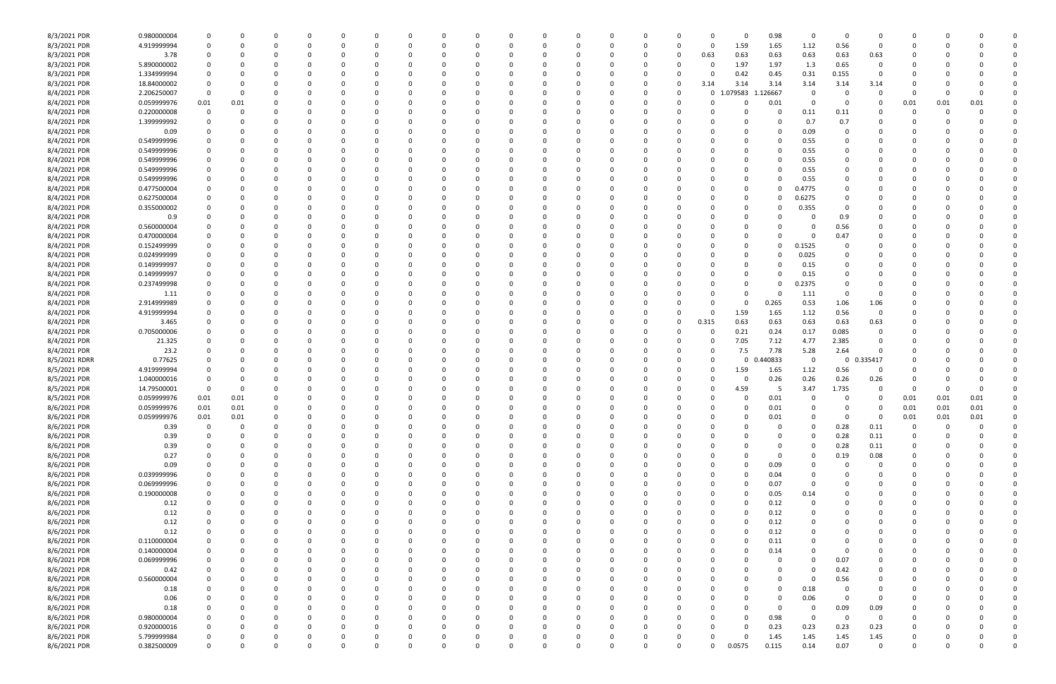| | | | | | | | | | | | | | | | | | | | | | | | | | | | |
|---|---|---|---|---|---|---|---|---|---|---|---|---|---|---|---|---|---|---|---|---|---|---|---|---|---|---|---|
| 8/3/2021 PDR | 0.980000004 | 0 | 0 | 0 | 0 | 0 | 0 | 0 | 0 | 0 | 0 | 0 | 0 | 0 | 0 | 0 | 0 | 0 | 0 | 0.98 | 0 | 0 | 0 | 0 | 0 | 0 | 0 |
| 8/3/2021 PDR | 4.919999994 | 0 | 0 | 0 | 0 | 0 | 0 | 0 | 0 | 0 | 0 | 0 | 0 | 0 | 0 | 0 | 0 | 0 | 1.59 | 1.65 | 1.12 | 0.56 | 0 | 0 | 0 | 0 | 0 |
| 8/3/2021 PDR | 3.78 | 0 | 0 | 0 | 0 | 0 | 0 | 0 | 0 | 0 | 0 | 0 | 0 | 0 | 0 | 0 | 0 | 0.63 | 0.63 | 0.63 | 0.63 | 0.63 | 0.63 | 0 | 0 | 0 | 0 |
| 8/3/2021 PDR | 5.890000002 | 0 | 0 | 0 | 0 | 0 | 0 | 0 | 0 | 0 | 0 | 0 | 0 | 0 | 0 | 0 | 0 | 0 | 1.97 | 1.97 | 1.3 | 0.65 | 0 | 0 | 0 | 0 | 0 |
| 8/3/2021 PDR | 1.334999994 | 0 | 0 | 0 | 0 | 0 | 0 | 0 | 0 | 0 | 0 | 0 | 0 | 0 | 0 | 0 | 0 | 0 | 0.42 | 0.45 | 0.31 | 0.155 | 0 | 0 | 0 | 0 | 0 |
| 8/3/2021 PDR | 18.84000002 | 0 | 0 | 0 | 0 | 0 | 0 | 0 | 0 | 0 | 0 | 0 | 0 | 0 | 0 | 0 | 0 | 3.14 | 3.14 | 3.14 | 3.14 | 3.14 | 3.14 | 0 | 0 | 0 | 0 |
| 8/4/2021 PDR | 2.206250007 | 0 | 0 | 0 | 0 | 0 | 0 | 0 | 0 | 0 | 0 | 0 | 0 | 0 | 0 | 0 | 0 | 0 | 1.079583 | 1.126667 | 0 | 0 | 0 | 0 | 0 | 0 | 0 |
| 8/4/2021 PDR | 0.059999976 | 0.01 | 0.01 | 0 | 0 | 0 | 0 | 0 | 0 | 0 | 0 | 0 | 0 | 0 | 0 | 0 | 0 | 0 | 0 | 0.01 | 0 | 0 | 0 | 0.01 | 0.01 | 0.01 | 0 |
| 8/4/2021 PDR | 0.220000008 | 0 | 0 | 0 | 0 | 0 | 0 | 0 | 0 | 0 | 0 | 0 | 0 | 0 | 0 | 0 | 0 | 0 | 0 | 0 | 0.11 | 0.11 | 0 | 0 | 0 | 0 | 0 |
| 8/4/2021 PDR | 1.399999992 | 0 | 0 | 0 | 0 | 0 | 0 | 0 | 0 | 0 | 0 | 0 | 0 | 0 | 0 | 0 | 0 | 0 | 0 | 0 | 0.7 | 0.7 | 0 | 0 | 0 | 0 | 0 |
| 8/4/2021 PDR | 0.09 | 0 | 0 | 0 | 0 | 0 | 0 | 0 | 0 | 0 | 0 | 0 | 0 | 0 | 0 | 0 | 0 | 0 | 0 | 0 | 0.09 | 0 | 0 | 0 | 0 | 0 | 0 |
| 8/4/2021 PDR | 0.549999996 | 0 | 0 | 0 | 0 | 0 | 0 | 0 | 0 | 0 | 0 | 0 | 0 | 0 | 0 | 0 | 0 | 0 | 0 | 0 | 0.55 | 0 | 0 | 0 | 0 | 0 | 0 |
| 8/4/2021 PDR | 0.549999996 | 0 | 0 | 0 | 0 | 0 | 0 | 0 | 0 | 0 | 0 | 0 | 0 | 0 | 0 | 0 | 0 | 0 | 0 | 0 | 0.55 | 0 | 0 | 0 | 0 | 0 | 0 |
| 8/4/2021 PDR | 0.549999996 | 0 | 0 | 0 | 0 | 0 | 0 | 0 | 0 | 0 | 0 | 0 | 0 | 0 | 0 | 0 | 0 | 0 | 0 | 0 | 0.55 | 0 | 0 | 0 | 0 | 0 | 0 |
| 8/4/2021 PDR | 0.549999996 | 0 | 0 | 0 | 0 | 0 | 0 | 0 | 0 | 0 | 0 | 0 | 0 | 0 | 0 | 0 | 0 | 0 | 0 | 0 | 0.55 | 0 | 0 | 0 | 0 | 0 | 0 |
| 8/4/2021 PDR | 0.549999996 | 0 | 0 | 0 | 0 | 0 | 0 | 0 | 0 | 0 | 0 | 0 | 0 | 0 | 0 | 0 | 0 | 0 | 0 | 0 | 0.55 | 0 | 0 | 0 | 0 | 0 | 0 |
| 8/4/2021 PDR | 0.477500004 | 0 | 0 | 0 | 0 | 0 | 0 | 0 | 0 | 0 | 0 | 0 | 0 | 0 | 0 | 0 | 0 | 0 | 0 | 0 | 0.4775 | 0 | 0 | 0 | 0 | 0 | 0 |
| 8/4/2021 PDR | 0.627500004 | 0 | 0 | 0 | 0 | 0 | 0 | 0 | 0 | 0 | 0 | 0 | 0 | 0 | 0 | 0 | 0 | 0 | 0 | 0 | 0.6275 | 0 | 0 | 0 | 0 | 0 | 0 |
| 8/4/2021 PDR | 0.355000002 | 0 | 0 | 0 | 0 | 0 | 0 | 0 | 0 | 0 | 0 | 0 | 0 | 0 | 0 | 0 | 0 | 0 | 0 | 0 | 0.355 | 0 | 0 | 0 | 0 | 0 | 0 |
| 8/4/2021 PDR | 0.9 | 0 | 0 | 0 | 0 | 0 | 0 | 0 | 0 | 0 | 0 | 0 | 0 | 0 | 0 | 0 | 0 | 0 | 0 | 0 | 0 | 0.9 | 0 | 0 | 0 | 0 | 0 |
| 8/4/2021 PDR | 0.560000004 | 0 | 0 | 0 | 0 | 0 | 0 | 0 | 0 | 0 | 0 | 0 | 0 | 0 | 0 | 0 | 0 | 0 | 0 | 0 | 0 | 0.56 | 0 | 0 | 0 | 0 | 0 |
| 8/4/2021 PDR | 0.470000004 | 0 | 0 | 0 | 0 | 0 | 0 | 0 | 0 | 0 | 0 | 0 | 0 | 0 | 0 | 0 | 0 | 0 | 0 | 0 | 0 | 0.47 | 0 | 0 | 0 | 0 | 0 |
| 8/4/2021 PDR | 0.152499999 | 0 | 0 | 0 | 0 | 0 | 0 | 0 | 0 | 0 | 0 | 0 | 0 | 0 | 0 | 0 | 0 | 0 | 0 | 0 | 0.1525 | 0 | 0 | 0 | 0 | 0 | 0 |
| 8/4/2021 PDR | 0.024999999 | 0 | 0 | 0 | 0 | 0 | 0 | 0 | 0 | 0 | 0 | 0 | 0 | 0 | 0 | 0 | 0 | 0 | 0 | 0 | 0.025 | 0 | 0 | 0 | 0 | 0 | 0 |
| 8/4/2021 PDR | 0.149999997 | 0 | 0 | 0 | 0 | 0 | 0 | 0 | 0 | 0 | 0 | 0 | 0 | 0 | 0 | 0 | 0 | 0 | 0 | 0 | 0.15 | 0 | 0 | 0 | 0 | 0 | 0 |
| 8/4/2021 PDR | 0.149999997 | 0 | 0 | 0 | 0 | 0 | 0 | 0 | 0 | 0 | 0 | 0 | 0 | 0 | 0 | 0 | 0 | 0 | 0 | 0 | 0.15 | 0 | 0 | 0 | 0 | 0 | 0 |
| 8/4/2021 PDR | 0.237499998 | 0 | 0 | 0 | 0 | 0 | 0 | 0 | 0 | 0 | 0 | 0 | 0 | 0 | 0 | 0 | 0 | 0 | 0 | 0 | 0.2375 | 0 | 0 | 0 | 0 | 0 | 0 |
| 8/4/2021 PDR | 1.11 | 0 | 0 | 0 | 0 | 0 | 0 | 0 | 0 | 0 | 0 | 0 | 0 | 0 | 0 | 0 | 0 | 0 | 0 | 0 | 1.11 | 0 | 0 | 0 | 0 | 0 | 0 |
| 8/4/2021 PDR | 2.914999989 | 0 | 0 | 0 | 0 | 0 | 0 | 0 | 0 | 0 | 0 | 0 | 0 | 0 | 0 | 0 | 0 | 0 | 0 | 0.265 | 0.53 | 1.06 | 1.06 | 0 | 0 | 0 | 0 |
| 8/4/2021 PDR | 4.919999994 | 0 | 0 | 0 | 0 | 0 | 0 | 0 | 0 | 0 | 0 | 0 | 0 | 0 | 0 | 0 | 0 | 0 | 1.59 | 1.65 | 1.12 | 0.56 | 0 | 0 | 0 | 0 | 0 |
| 8/4/2021 PDR | 3.465 | 0 | 0 | 0 | 0 | 0 | 0 | 0 | 0 | 0 | 0 | 0 | 0 | 0 | 0 | 0 | 0 | 0.315 | 0.63 | 0.63 | 0.63 | 0.63 | 0.63 | 0 | 0 | 0 | 0 |
| 8/4/2021 PDR | 0.705000006 | 0 | 0 | 0 | 0 | 0 | 0 | 0 | 0 | 0 | 0 | 0 | 0 | 0 | 0 | 0 | 0 | 0 | 0.21 | 0.24 | 0.17 | 0.085 | 0 | 0 | 0 | 0 | 0 |
| 8/4/2021 PDR | 21.325 | 0 | 0 | 0 | 0 | 0 | 0 | 0 | 0 | 0 | 0 | 0 | 0 | 0 | 0 | 0 | 0 | 0 | 7.05 | 7.12 | 4.77 | 2.385 | 0 | 0 | 0 | 0 | 0 |
| 8/4/2021 PDR | 23.2 | 0 | 0 | 0 | 0 | 0 | 0 | 0 | 0 | 0 | 0 | 0 | 0 | 0 | 0 | 0 | 0 | 0 | 7.5 | 7.78 | 5.28 | 2.64 | 0 | 0 | 0 | 0 | 0 |
| 8/5/2021 RDRR | 0.77625 | 0 | 0 | 0 | 0 | 0 | 0 | 0 | 0 | 0 | 0 | 0 | 0 | 0 | 0 | 0 | 0 | 0 | 0 | 0.440833 | 0 | 0 | 0.335417 | 0 | 0 | 0 | 0 |
| 8/5/2021 PDR | 4.919999994 | 0 | 0 | 0 | 0 | 0 | 0 | 0 | 0 | 0 | 0 | 0 | 0 | 0 | 0 | 0 | 0 | 0 | 1.59 | 1.65 | 1.12 | 0.56 | 0 | 0 | 0 | 0 | 0 |
| 8/5/2021 PDR | 1.040000016 | 0 | 0 | 0 | 0 | 0 | 0 | 0 | 0 | 0 | 0 | 0 | 0 | 0 | 0 | 0 | 0 | 0 | 0 | 0.26 | 0.26 | 0.26 | 0.26 | 0 | 0 | 0 | 0 |
| 8/5/2021 PDR | 14.79500001 | 0 | 0 | 0 | 0 | 0 | 0 | 0 | 0 | 0 | 0 | 0 | 0 | 0 | 0 | 0 | 0 | 0 | 4.59 | 5 | 3.47 | 1.735 | 0 | 0 | 0 | 0 | 0 |
| 8/5/2021 PDR | 0.059999976 | 0.01 | 0.01 | 0 | 0 | 0 | 0 | 0 | 0 | 0 | 0 | 0 | 0 | 0 | 0 | 0 | 0 | 0 | 0 | 0.01 | 0 | 0 | 0 | 0.01 | 0.01 | 0.01 | 0 |
| 8/6/2021 PDR | 0.059999976 | 0.01 | 0.01 | 0 | 0 | 0 | 0 | 0 | 0 | 0 | 0 | 0 | 0 | 0 | 0 | 0 | 0 | 0 | 0 | 0.01 | 0 | 0 | 0 | 0.01 | 0.01 | 0.01 | 0 |
| 8/6/2021 PDR | 0.059999976 | 0.01 | 0.01 | 0 | 0 | 0 | 0 | 0 | 0 | 0 | 0 | 0 | 0 | 0 | 0 | 0 | 0 | 0 | 0 | 0.01 | 0 | 0 | 0 | 0.01 | 0.01 | 0.01 | 0 |
| 8/6/2021 PDR | 0.39 | 0 | 0 | 0 | 0 | 0 | 0 | 0 | 0 | 0 | 0 | 0 | 0 | 0 | 0 | 0 | 0 | 0 | 0 | 0 | 0 | 0.28 | 0.11 | 0 | 0 | 0 | 0 |
| 8/6/2021 PDR | 0.39 | 0 | 0 | 0 | 0 | 0 | 0 | 0 | 0 | 0 | 0 | 0 | 0 | 0 | 0 | 0 | 0 | 0 | 0 | 0 | 0 | 0.28 | 0.11 | 0 | 0 | 0 | 0 |
| 8/6/2021 PDR | 0.39 | 0 | 0 | 0 | 0 | 0 | 0 | 0 | 0 | 0 | 0 | 0 | 0 | 0 | 0 | 0 | 0 | 0 | 0 | 0 | 0 | 0.28 | 0.11 | 0 | 0 | 0 | 0 |
| 8/6/2021 PDR | 0.27 | 0 | 0 | 0 | 0 | 0 | 0 | 0 | 0 | 0 | 0 | 0 | 0 | 0 | 0 | 0 | 0 | 0 | 0 | 0 | 0 | 0.19 | 0.08 | 0 | 0 | 0 | 0 |
| 8/6/2021 PDR | 0.09 | 0 | 0 | 0 | 0 | 0 | 0 | 0 | 0 | 0 | 0 | 0 | 0 | 0 | 0 | 0 | 0 | 0 | 0 | 0.09 | 0 | 0 | 0 | 0 | 0 | 0 | 0 |
| 8/6/2021 PDR | 0.039999996 | 0 | 0 | 0 | 0 | 0 | 0 | 0 | 0 | 0 | 0 | 0 | 0 | 0 | 0 | 0 | 0 | 0 | 0 | 0.04 | 0 | 0 | 0 | 0 | 0 | 0 | 0 |
| 8/6/2021 PDR | 0.069999996 | 0 | 0 | 0 | 0 | 0 | 0 | 0 | 0 | 0 | 0 | 0 | 0 | 0 | 0 | 0 | 0 | 0 | 0 | 0.07 | 0 | 0 | 0 | 0 | 0 | 0 | 0 |
| 8/6/2021 PDR | 0.190000008 | 0 | 0 | 0 | 0 | 0 | 0 | 0 | 0 | 0 | 0 | 0 | 0 | 0 | 0 | 0 | 0 | 0 | 0 | 0.05 | 0.14 | 0 | 0 | 0 | 0 | 0 | 0 |
| 8/6/2021 PDR | 0.12 | 0 | 0 | 0 | 0 | 0 | 0 | 0 | 0 | 0 | 0 | 0 | 0 | 0 | 0 | 0 | 0 | 0 | 0 | 0.12 | 0 | 0 | 0 | 0 | 0 | 0 | 0 |
| 8/6/2021 PDR | 0.12 | 0 | 0 | 0 | 0 | 0 | 0 | 0 | 0 | 0 | 0 | 0 | 0 | 0 | 0 | 0 | 0 | 0 | 0 | 0.12 | 0 | 0 | 0 | 0 | 0 | 0 | 0 |
| 8/6/2021 PDR | 0.12 | 0 | 0 | 0 | 0 | 0 | 0 | 0 | 0 | 0 | 0 | 0 | 0 | 0 | 0 | 0 | 0 | 0 | 0 | 0.12 | 0 | 0 | 0 | 0 | 0 | 0 | 0 |
| 8/6/2021 PDR | 0.12 | 0 | 0 | 0 | 0 | 0 | 0 | 0 | 0 | 0 | 0 | 0 | 0 | 0 | 0 | 0 | 0 | 0 | 0 | 0.12 | 0 | 0 | 0 | 0 | 0 | 0 | 0 |
| 8/6/2021 PDR | 0.110000004 | 0 | 0 | 0 | 0 | 0 | 0 | 0 | 0 | 0 | 0 | 0 | 0 | 0 | 0 | 0 | 0 | 0 | 0 | 0.11 | 0 | 0 | 0 | 0 | 0 | 0 | 0 |
| 8/6/2021 PDR | 0.140000004 | 0 | 0 | 0 | 0 | 0 | 0 | 0 | 0 | 0 | 0 | 0 | 0 | 0 | 0 | 0 | 0 | 0 | 0 | 0.14 | 0 | 0 | 0 | 0 | 0 | 0 | 0 |
| 8/6/2021 PDR | 0.069999996 | 0 | 0 | 0 | 0 | 0 | 0 | 0 | 0 | 0 | 0 | 0 | 0 | 0 | 0 | 0 | 0 | 0 | 0 | 0 | 0 | 0.07 | 0 | 0 | 0 | 0 | 0 |
| 8/6/2021 PDR | 0.42 | 0 | 0 | 0 | 0 | 0 | 0 | 0 | 0 | 0 | 0 | 0 | 0 | 0 | 0 | 0 | 0 | 0 | 0 | 0 | 0 | 0.42 | 0 | 0 | 0 | 0 | 0 |
| 8/6/2021 PDR | 0.560000004 | 0 | 0 | 0 | 0 | 0 | 0 | 0 | 0 | 0 | 0 | 0 | 0 | 0 | 0 | 0 | 0 | 0 | 0 | 0 | 0 | 0.56 | 0 | 0 | 0 | 0 | 0 |
| 8/6/2021 PDR | 0.18 | 0 | 0 | 0 | 0 | 0 | 0 | 0 | 0 | 0 | 0 | 0 | 0 | 0 | 0 | 0 | 0 | 0 | 0 | 0 | 0.18 | 0 | 0 | 0 | 0 | 0 | 0 |
| 8/6/2021 PDR | 0.06 | 0 | 0 | 0 | 0 | 0 | 0 | 0 | 0 | 0 | 0 | 0 | 0 | 0 | 0 | 0 | 0 | 0 | 0 | 0 | 0.06 | 0 | 0 | 0 | 0 | 0 | 0 |
| 8/6/2021 PDR | 0.18 | 0 | 0 | 0 | 0 | 0 | 0 | 0 | 0 | 0 | 0 | 0 | 0 | 0 | 0 | 0 | 0 | 0 | 0 | 0 | 0 | 0.09 | 0.09 | 0 | 0 | 0 | 0 |
| 8/6/2021 PDR | 0.980000004 | 0 | 0 | 0 | 0 | 0 | 0 | 0 | 0 | 0 | 0 | 0 | 0 | 0 | 0 | 0 | 0 | 0 | 0 | 0.98 | 0 | 0 | 0 | 0 | 0 | 0 | 0 |
| 8/6/2021 PDR | 0.920000016 | 0 | 0 | 0 | 0 | 0 | 0 | 0 | 0 | 0 | 0 | 0 | 0 | 0 | 0 | 0 | 0 | 0 | 0 | 0.23 | 0.23 | 0.23 | 0.23 | 0 | 0 | 0 | 0 |
| 8/6/2021 PDR | 5.799999984 | 0 | 0 | 0 | 0 | 0 | 0 | 0 | 0 | 0 | 0 | 0 | 0 | 0 | 0 | 0 | 0 | 0 | 0 | 1.45 | 1.45 | 1.45 | 1.45 | 0 | 0 | 0 | 0 |
| 8/6/2021 PDR | 0.382500009 | 0 | 0 | 0 | 0 | 0 | 0 | 0 | 0 | 0 | 0 | 0 | 0 | 0 | 0 | 0 | 0 | 0 | 0.0575 | 0.115 | 0.14 | 0.07 | 0 | 0 | 0 | 0 | 0 |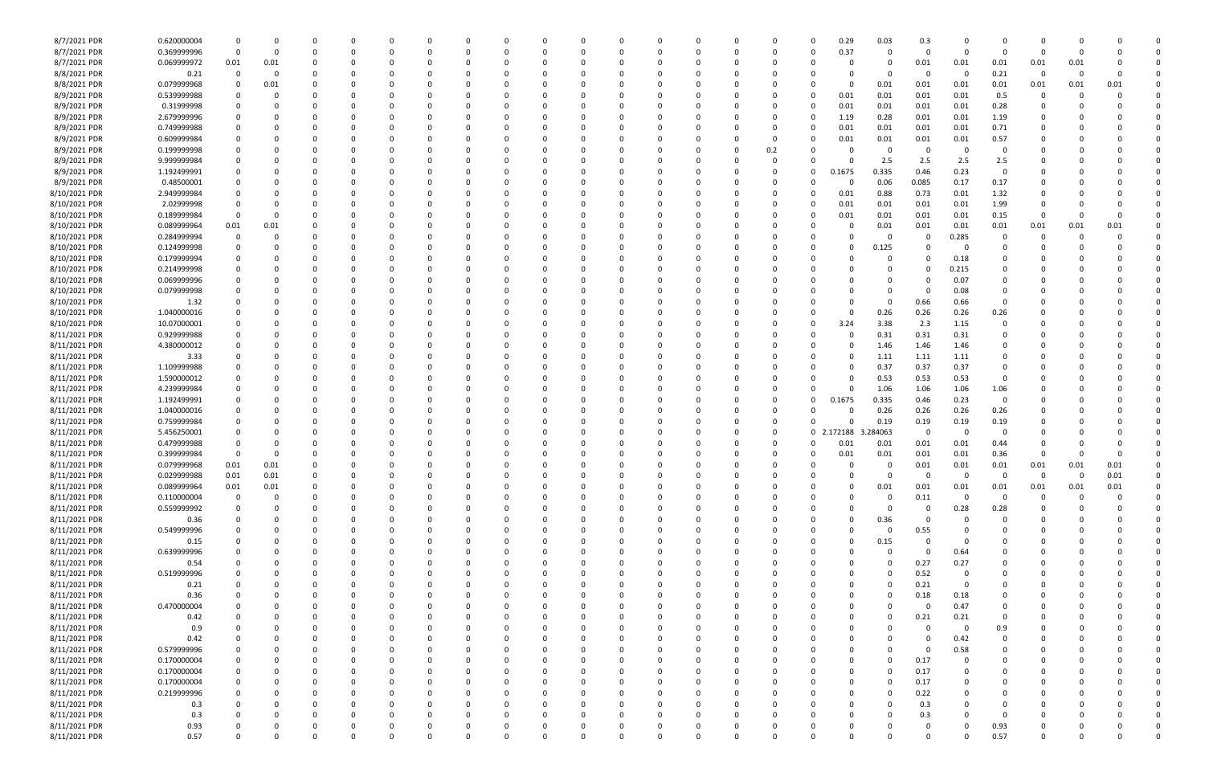| | | | | | | | | | | | | | | | | | | | | | | | | | | | |
|---|---|---|---|---|---|---|---|---|---|---|---|---|---|---|---|---|---|---|---|---|---|---|---|---|---|---|---|
| 8/7/2021 | PDR | 0.620000004 | 0 | 0 | 0 | 0 | 0 | 0 | 0 | 0 | 0 | 0 | 0 | 0 | 0 | 0 | 0 | 0 | 0.29 | 0.03 | 0.3 | 0 | 0 | 0 | 0 | 0 | 0 |
| 8/7/2021 | PDR | 0.369999996 | 0 | 0 | 0 | 0 | 0 | 0 | 0 | 0 | 0 | 0 | 0 | 0 | 0 | 0 | 0 | 0 | 0.37 | 0 | 0 | 0 | 0 | 0 | 0 | 0 | 0 |
| 8/7/2021 | PDR | 0.069999972 | 0.01 | 0.01 | 0 | 0 | 0 | 0 | 0 | 0 | 0 | 0 | 0 | 0 | 0 | 0 | 0 | 0 | 0 | 0 | 0.01 | 0.01 | 0.01 | 0.01 | 0.01 | 0 | 0 |
| 8/8/2021 | PDR | 0.21 | 0 | 0 | 0 | 0 | 0 | 0 | 0 | 0 | 0 | 0 | 0 | 0 | 0 | 0 | 0 | 0 | 0 | 0 | 0 | 0 | 0.21 | 0 | 0 | 0 | 0 |
| 8/8/2021 | PDR | 0.079999968 | 0 | 0.01 | 0 | 0 | 0 | 0 | 0 | 0 | 0 | 0 | 0 | 0 | 0 | 0 | 0 | 0 | 0 | 0.01 | 0.01 | 0.01 | 0.01 | 0.01 | 0.01 | 0.01 | 0 |
| 8/9/2021 | PDR | 0.539999988 | 0 | 0 | 0 | 0 | 0 | 0 | 0 | 0 | 0 | 0 | 0 | 0 | 0 | 0 | 0 | 0 | 0.01 | 0.01 | 0.01 | 0.01 | 0.5 | 0 | 0 | 0 | 0 |
| 8/9/2021 | PDR | 0.31999998 | 0 | 0 | 0 | 0 | 0 | 0 | 0 | 0 | 0 | 0 | 0 | 0 | 0 | 0 | 0 | 0 | 0.01 | 0.01 | 0.01 | 0.01 | 0.28 | 0 | 0 | 0 | 0 |
| 8/9/2021 | PDR | 2.679999996 | 0 | 0 | 0 | 0 | 0 | 0 | 0 | 0 | 0 | 0 | 0 | 0 | 0 | 0 | 0 | 0 | 1.19 | 0.28 | 0.01 | 0.01 | 1.19 | 0 | 0 | 0 | 0 |
| 8/9/2021 | PDR | 0.749999988 | 0 | 0 | 0 | 0 | 0 | 0 | 0 | 0 | 0 | 0 | 0 | 0 | 0 | 0 | 0 | 0 | 0.01 | 0.01 | 0.01 | 0.01 | 0.71 | 0 | 0 | 0 | 0 |
| 8/9/2021 | PDR | 0.609999984 | 0 | 0 | 0 | 0 | 0 | 0 | 0 | 0 | 0 | 0 | 0 | 0 | 0 | 0 | 0 | 0 | 0.01 | 0.01 | 0.01 | 0.01 | 0.57 | 0 | 0 | 0 | 0 |
| 8/9/2021 | PDR | 0.199999998 | 0 | 0 | 0 | 0 | 0 | 0 | 0 | 0 | 0 | 0 | 0 | 0 | 0 | 0 | 0.2 | 0 | 0 | 0 | 0 | 0 | 0 | 0 | 0 | 0 | 0 |
| 8/9/2021 | PDR | 9.999999984 | 0 | 0 | 0 | 0 | 0 | 0 | 0 | 0 | 0 | 0 | 0 | 0 | 0 | 0 | 0 | 0 | 0 | 2.5 | 2.5 | 2.5 | 2.5 | 0 | 0 | 0 | 0 |
| 8/9/2021 | PDR | 1.192499991 | 0 | 0 | 0 | 0 | 0 | 0 | 0 | 0 | 0 | 0 | 0 | 0 | 0 | 0 | 0 | 0 | 0.1675 | 0.335 | 0.46 | 0.23 | 0 | 0 | 0 | 0 | 0 |
| 8/9/2021 | PDR | 0.48500001 | 0 | 0 | 0 | 0 | 0 | 0 | 0 | 0 | 0 | 0 | 0 | 0 | 0 | 0 | 0 | 0 | 0 | 0.06 | 0.085 | 0.17 | 0.17 | 0 | 0 | 0 | 0 |
| 8/10/2021 | PDR | 2.949999984 | 0 | 0 | 0 | 0 | 0 | 0 | 0 | 0 | 0 | 0 | 0 | 0 | 0 | 0 | 0 | 0 | 0.01 | 0.88 | 0.73 | 0.01 | 1.32 | 0 | 0 | 0 | 0 |
| 8/10/2021 | PDR | 2.02999998 | 0 | 0 | 0 | 0 | 0 | 0 | 0 | 0 | 0 | 0 | 0 | 0 | 0 | 0 | 0 | 0 | 0.01 | 0.01 | 0.01 | 0.01 | 1.99 | 0 | 0 | 0 | 0 |
| 8/10/2021 | PDR | 0.189999984 | 0 | 0 | 0 | 0 | 0 | 0 | 0 | 0 | 0 | 0 | 0 | 0 | 0 | 0 | 0 | 0 | 0.01 | 0.01 | 0.01 | 0.01 | 0.15 | 0 | 0 | 0 | 0 |
| 8/10/2021 | PDR | 0.089999964 | 0.01 | 0.01 | 0 | 0 | 0 | 0 | 0 | 0 | 0 | 0 | 0 | 0 | 0 | 0 | 0 | 0 | 0 | 0.01 | 0.01 | 0.01 | 0.01 | 0.01 | 0.01 | 0.01 | 0 |
| 8/10/2021 | PDR | 0.284999994 | 0 | 0 | 0 | 0 | 0 | 0 | 0 | 0 | 0 | 0 | 0 | 0 | 0 | 0 | 0 | 0 | 0 | 0 | 0 | 0.285 | 0 | 0 | 0 | 0 | 0 |
| 8/10/2021 | PDR | 0.124999998 | 0 | 0 | 0 | 0 | 0 | 0 | 0 | 0 | 0 | 0 | 0 | 0 | 0 | 0 | 0 | 0 | 0 | 0.125 | 0 | 0 | 0 | 0 | 0 | 0 | 0 |
| 8/10/2021 | PDR | 0.179999994 | 0 | 0 | 0 | 0 | 0 | 0 | 0 | 0 | 0 | 0 | 0 | 0 | 0 | 0 | 0 | 0 | 0 | 0 | 0 | 0.18 | 0 | 0 | 0 | 0 | 0 |
| 8/10/2021 | PDR | 0.214999998 | 0 | 0 | 0 | 0 | 0 | 0 | 0 | 0 | 0 | 0 | 0 | 0 | 0 | 0 | 0 | 0 | 0 | 0 | 0 | 0.215 | 0 | 0 | 0 | 0 | 0 |
| 8/10/2021 | PDR | 0.069999996 | 0 | 0 | 0 | 0 | 0 | 0 | 0 | 0 | 0 | 0 | 0 | 0 | 0 | 0 | 0 | 0 | 0 | 0 | 0 | 0.07 | 0 | 0 | 0 | 0 | 0 |
| 8/10/2021 | PDR | 0.079999998 | 0 | 0 | 0 | 0 | 0 | 0 | 0 | 0 | 0 | 0 | 0 | 0 | 0 | 0 | 0 | 0 | 0 | 0 | 0 | 0.08 | 0 | 0 | 0 | 0 | 0 |
| 8/10/2021 | PDR | 1.32 | 0 | 0 | 0 | 0 | 0 | 0 | 0 | 0 | 0 | 0 | 0 | 0 | 0 | 0 | 0 | 0 | 0 | 0 | 0.66 | 0.66 | 0 | 0 | 0 | 0 | 0 |
| 8/10/2021 | PDR | 1.040000016 | 0 | 0 | 0 | 0 | 0 | 0 | 0 | 0 | 0 | 0 | 0 | 0 | 0 | 0 | 0 | 0 | 0 | 0.26 | 0.26 | 0.26 | 0.26 | 0 | 0 | 0 | 0 |
| 8/10/2021 | PDR | 10.07000001 | 0 | 0 | 0 | 0 | 0 | 0 | 0 | 0 | 0 | 0 | 0 | 0 | 0 | 0 | 0 | 0 | 3.24 | 3.38 | 2.3 | 1.15 | 0 | 0 | 0 | 0 | 0 |
| 8/11/2021 | PDR | 0.929999988 | 0 | 0 | 0 | 0 | 0 | 0 | 0 | 0 | 0 | 0 | 0 | 0 | 0 | 0 | 0 | 0 | 0 | 0.31 | 0.31 | 0.31 | 0 | 0 | 0 | 0 | 0 |
| 8/11/2021 | PDR | 4.380000012 | 0 | 0 | 0 | 0 | 0 | 0 | 0 | 0 | 0 | 0 | 0 | 0 | 0 | 0 | 0 | 0 | 0 | 1.46 | 1.46 | 1.46 | 0 | 0 | 0 | 0 | 0 |
| 8/11/2021 | PDR | 3.33 | 0 | 0 | 0 | 0 | 0 | 0 | 0 | 0 | 0 | 0 | 0 | 0 | 0 | 0 | 0 | 0 | 0 | 1.11 | 1.11 | 1.11 | 0 | 0 | 0 | 0 | 0 |
| 8/11/2021 | PDR | 1.109999988 | 0 | 0 | 0 | 0 | 0 | 0 | 0 | 0 | 0 | 0 | 0 | 0 | 0 | 0 | 0 | 0 | 0 | 0.37 | 0.37 | 0.37 | 0 | 0 | 0 | 0 | 0 |
| 8/11/2021 | PDR | 1.590000012 | 0 | 0 | 0 | 0 | 0 | 0 | 0 | 0 | 0 | 0 | 0 | 0 | 0 | 0 | 0 | 0 | 0 | 0.53 | 0.53 | 0.53 | 0 | 0 | 0 | 0 | 0 |
| 8/11/2021 | PDR | 4.239999984 | 0 | 0 | 0 | 0 | 0 | 0 | 0 | 0 | 0 | 0 | 0 | 0 | 0 | 0 | 0 | 0 | 0 | 1.06 | 1.06 | 1.06 | 1.06 | 0 | 0 | 0 | 0 |
| 8/11/2021 | PDR | 1.192499991 | 0 | 0 | 0 | 0 | 0 | 0 | 0 | 0 | 0 | 0 | 0 | 0 | 0 | 0 | 0 | 0 | 0.1675 | 0.335 | 0.46 | 0.23 | 0 | 0 | 0 | 0 | 0 |
| 8/11/2021 | PDR | 1.040000016 | 0 | 0 | 0 | 0 | 0 | 0 | 0 | 0 | 0 | 0 | 0 | 0 | 0 | 0 | 0 | 0 | 0 | 0.26 | 0.26 | 0.26 | 0.26 | 0 | 0 | 0 | 0 |
| 8/11/2021 | PDR | 0.759999984 | 0 | 0 | 0 | 0 | 0 | 0 | 0 | 0 | 0 | 0 | 0 | 0 | 0 | 0 | 0 | 0 | 0 | 0.19 | 0.19 | 0.19 | 0.19 | 0 | 0 | 0 | 0 |
| 8/11/2021 | PDR | 5.456250001 | 0 | 0 | 0 | 0 | 0 | 0 | 0 | 0 | 0 | 0 | 0 | 0 | 0 | 0 | 0 | 0 | 2.172188 | 3.284063 | 0 | 0 | 0 | 0 | 0 | 0 | 0 |
| 8/11/2021 | PDR | 0.479999988 | 0 | 0 | 0 | 0 | 0 | 0 | 0 | 0 | 0 | 0 | 0 | 0 | 0 | 0 | 0 | 0 | 0.01 | 0.01 | 0.01 | 0.01 | 0.44 | 0 | 0 | 0 | 0 |
| 8/11/2021 | PDR | 0.399999984 | 0 | 0 | 0 | 0 | 0 | 0 | 0 | 0 | 0 | 0 | 0 | 0 | 0 | 0 | 0 | 0 | 0.01 | 0.01 | 0.01 | 0.01 | 0.36 | 0 | 0 | 0 | 0 |
| 8/11/2021 | PDR | 0.079999968 | 0.01 | 0.01 | 0 | 0 | 0 | 0 | 0 | 0 | 0 | 0 | 0 | 0 | 0 | 0 | 0 | 0 | 0 | 0 | 0.01 | 0.01 | 0.01 | 0.01 | 0.01 | 0.01 | 0 |
| 8/11/2021 | PDR | 0.029999988 | 0.01 | 0.01 | 0 | 0 | 0 | 0 | 0 | 0 | 0 | 0 | 0 | 0 | 0 | 0 | 0 | 0 | 0 | 0 | 0 | 0 | 0 | 0 | 0 | 0.01 | 0 |
| 8/11/2021 | PDR | 0.089999964 | 0.01 | 0.01 | 0 | 0 | 0 | 0 | 0 | 0 | 0 | 0 | 0 | 0 | 0 | 0 | 0 | 0 | 0 | 0.01 | 0.01 | 0.01 | 0.01 | 0.01 | 0.01 | 0.01 | 0 |
| 8/11/2021 | PDR | 0.110000004 | 0 | 0 | 0 | 0 | 0 | 0 | 0 | 0 | 0 | 0 | 0 | 0 | 0 | 0 | 0 | 0 | 0 | 0 | 0.11 | 0 | 0 | 0 | 0 | 0 | 0 |
| 8/11/2021 | PDR | 0.559999992 | 0 | 0 | 0 | 0 | 0 | 0 | 0 | 0 | 0 | 0 | 0 | 0 | 0 | 0 | 0 | 0 | 0 | 0 | 0 | 0.28 | 0.28 | 0 | 0 | 0 | 0 |
| 8/11/2021 | PDR | 0.36 | 0 | 0 | 0 | 0 | 0 | 0 | 0 | 0 | 0 | 0 | 0 | 0 | 0 | 0 | 0 | 0 | 0 | 0.36 | 0 | 0 | 0 | 0 | 0 | 0 | 0 |
| 8/11/2021 | PDR | 0.549999996 | 0 | 0 | 0 | 0 | 0 | 0 | 0 | 0 | 0 | 0 | 0 | 0 | 0 | 0 | 0 | 0 | 0 | 0 | 0.55 | 0 | 0 | 0 | 0 | 0 | 0 |
| 8/11/2021 | PDR | 0.15 | 0 | 0 | 0 | 0 | 0 | 0 | 0 | 0 | 0 | 0 | 0 | 0 | 0 | 0 | 0 | 0 | 0 | 0.15 | 0 | 0 | 0 | 0 | 0 | 0 | 0 |
| 8/11/2021 | PDR | 0.639999996 | 0 | 0 | 0 | 0 | 0 | 0 | 0 | 0 | 0 | 0 | 0 | 0 | 0 | 0 | 0 | 0 | 0 | 0 | 0 | 0.64 | 0 | 0 | 0 | 0 | 0 |
| 8/11/2021 | PDR | 0.54 | 0 | 0 | 0 | 0 | 0 | 0 | 0 | 0 | 0 | 0 | 0 | 0 | 0 | 0 | 0 | 0 | 0 | 0 | 0.27 | 0.27 | 0 | 0 | 0 | 0 | 0 |
| 8/11/2021 | PDR | 0.519999996 | 0 | 0 | 0 | 0 | 0 | 0 | 0 | 0 | 0 | 0 | 0 | 0 | 0 | 0 | 0 | 0 | 0 | 0 | 0.52 | 0 | 0 | 0 | 0 | 0 | 0 |
| 8/11/2021 | PDR | 0.21 | 0 | 0 | 0 | 0 | 0 | 0 | 0 | 0 | 0 | 0 | 0 | 0 | 0 | 0 | 0 | 0 | 0 | 0 | 0.21 | 0 | 0 | 0 | 0 | 0 | 0 |
| 8/11/2021 | PDR | 0.36 | 0 | 0 | 0 | 0 | 0 | 0 | 0 | 0 | 0 | 0 | 0 | 0 | 0 | 0 | 0 | 0 | 0 | 0 | 0.18 | 0.18 | 0 | 0 | 0 | 0 | 0 |
| 8/11/2021 | PDR | 0.470000004 | 0 | 0 | 0 | 0 | 0 | 0 | 0 | 0 | 0 | 0 | 0 | 0 | 0 | 0 | 0 | 0 | 0 | 0 | 0 | 0.47 | 0 | 0 | 0 | 0 | 0 |
| 8/11/2021 | PDR | 0.42 | 0 | 0 | 0 | 0 | 0 | 0 | 0 | 0 | 0 | 0 | 0 | 0 | 0 | 0 | 0 | 0 | 0 | 0 | 0.21 | 0.21 | 0 | 0 | 0 | 0 | 0 |
| 8/11/2021 | PDR | 0.9 | 0 | 0 | 0 | 0 | 0 | 0 | 0 | 0 | 0 | 0 | 0 | 0 | 0 | 0 | 0 | 0 | 0 | 0 | 0 | 0 | 0.9 | 0 | 0 | 0 | 0 |
| 8/11/2021 | PDR | 0.42 | 0 | 0 | 0 | 0 | 0 | 0 | 0 | 0 | 0 | 0 | 0 | 0 | 0 | 0 | 0 | 0 | 0 | 0 | 0 | 0.42 | 0 | 0 | 0 | 0 | 0 |
| 8/11/2021 | PDR | 0.579999996 | 0 | 0 | 0 | 0 | 0 | 0 | 0 | 0 | 0 | 0 | 0 | 0 | 0 | 0 | 0 | 0 | 0 | 0 | 0 | 0.58 | 0 | 0 | 0 | 0 | 0 |
| 8/11/2021 | PDR | 0.170000004 | 0 | 0 | 0 | 0 | 0 | 0 | 0 | 0 | 0 | 0 | 0 | 0 | 0 | 0 | 0 | 0 | 0 | 0 | 0.17 | 0 | 0 | 0 | 0 | 0 | 0 |
| 8/11/2021 | PDR | 0.170000004 | 0 | 0 | 0 | 0 | 0 | 0 | 0 | 0 | 0 | 0 | 0 | 0 | 0 | 0 | 0 | 0 | 0 | 0 | 0.17 | 0 | 0 | 0 | 0 | 0 | 0 |
| 8/11/2021 | PDR | 0.170000004 | 0 | 0 | 0 | 0 | 0 | 0 | 0 | 0 | 0 | 0 | 0 | 0 | 0 | 0 | 0 | 0 | 0 | 0 | 0.17 | 0 | 0 | 0 | 0 | 0 | 0 |
| 8/11/2021 | PDR | 0.219999996 | 0 | 0 | 0 | 0 | 0 | 0 | 0 | 0 | 0 | 0 | 0 | 0 | 0 | 0 | 0 | 0 | 0 | 0 | 0.22 | 0 | 0 | 0 | 0 | 0 | 0 |
| 8/11/2021 | PDR | 0.3 | 0 | 0 | 0 | 0 | 0 | 0 | 0 | 0 | 0 | 0 | 0 | 0 | 0 | 0 | 0 | 0 | 0 | 0 | 0.3 | 0 | 0 | 0 | 0 | 0 | 0 |
| 8/11/2021 | PDR | 0.3 | 0 | 0 | 0 | 0 | 0 | 0 | 0 | 0 | 0 | 0 | 0 | 0 | 0 | 0 | 0 | 0 | 0 | 0 | 0.3 | 0 | 0 | 0 | 0 | 0 | 0 |
| 8/11/2021 | PDR | 0.93 | 0 | 0 | 0 | 0 | 0 | 0 | 0 | 0 | 0 | 0 | 0 | 0 | 0 | 0 | 0 | 0 | 0 | 0 | 0 | 0 | 0.93 | 0 | 0 | 0 | 0 |
| 8/11/2021 | PDR | 0.57 | 0 | 0 | 0 | 0 | 0 | 0 | 0 | 0 | 0 | 0 | 0 | 0 | 0 | 0 | 0 | 0 | 0 | 0 | 0 | 0 | 0.57 | 0 | 0 | 0 | 0 |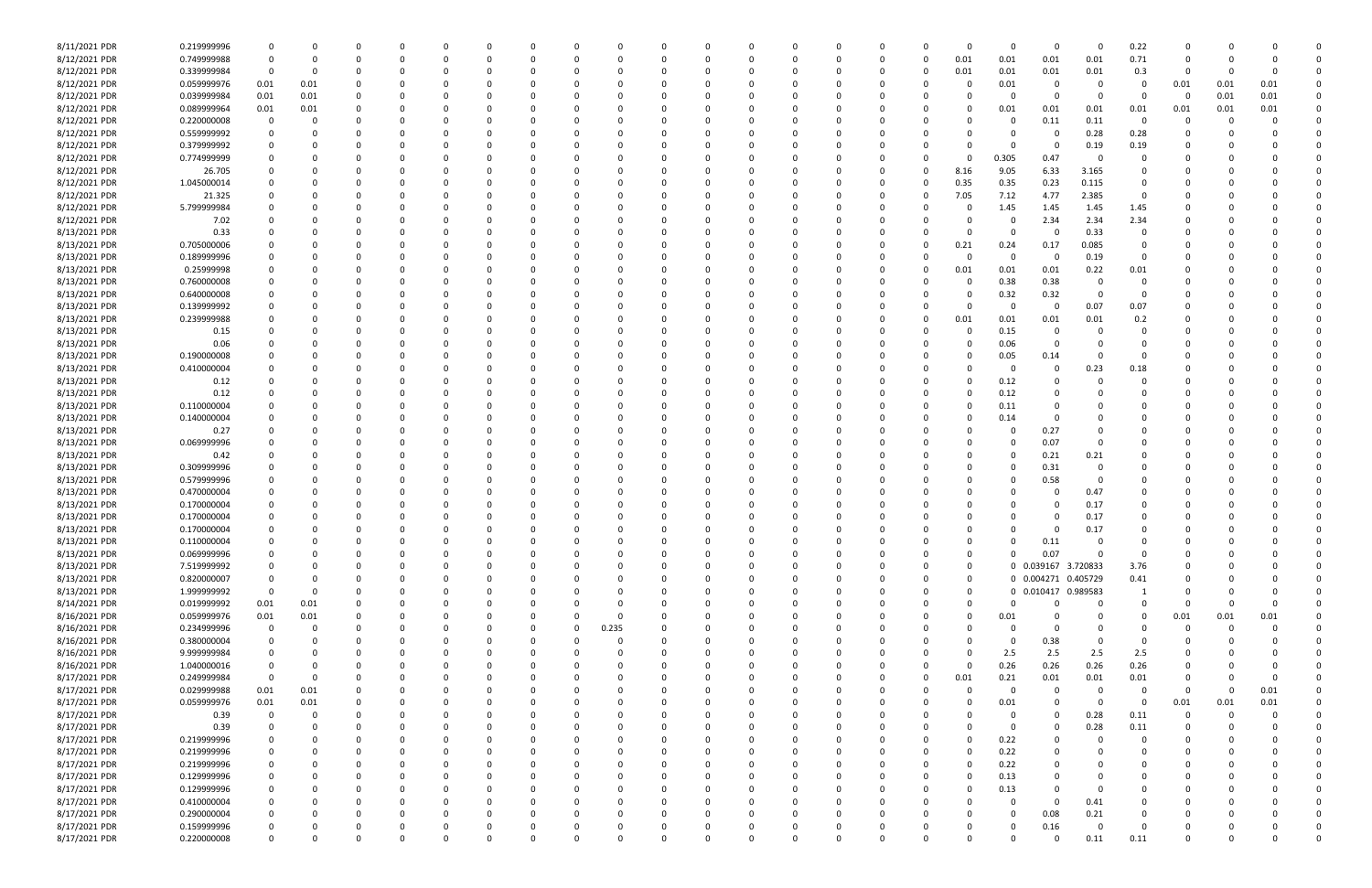| | | | | | | | | | | | | | | | | | | | | | | | | | | | | |
|---|---|---|---|---|---|---|---|---|---|---|---|---|---|---|---|---|---|---|---|---|---|---|---|---|---|---|---|---|
| 8/11/2021 PDR | 0.219999996 | 0 | 0 | 0 | 0 | 0 | 0 | 0 | 0 | 0 | 0 | 0 | 0 | 0 | 0 | 0 | 0 | 0 | 0 | 0 | 0 | 0 | 0 | 0.22 | 0 | 0 | 0 | 0 |
| 8/12/2021 PDR | 0.749999988 | 0 | 0 | 0 | 0 | 0 | 0 | 0 | 0 | 0 | 0 | 0 | 0 | 0 | 0 | 0 | 0 | 0 | 0 | 0.01 | 0.01 | 0.01 | 0.01 | 0.71 | 0 | 0 | 0 | 0 |
| 8/12/2021 PDR | 0.339999984 | 0 | 0 | 0 | 0 | 0 | 0 | 0 | 0 | 0 | 0 | 0 | 0 | 0 | 0 | 0 | 0 | 0 | 0 | 0.01 | 0.01 | 0.01 | 0.01 | 0.3 | 0 | 0 | 0 | 0 |
| 8/12/2021 PDR | 0.059999976 | 0.01 | 0.01 | 0 | 0 | 0 | 0 | 0 | 0 | 0 | 0 | 0 | 0 | 0 | 0 | 0 | 0 | 0 | 0 | 0 | 0.01 | 0 | 0 | 0 | 0.01 | 0.01 | 0.01 | 0 |
| 8/12/2021 PDR | 0.039999984 | 0.01 | 0.01 | 0 | 0 | 0 | 0 | 0 | 0 | 0 | 0 | 0 | 0 | 0 | 0 | 0 | 0 | 0 | 0 | 0 | 0 | 0 | 0 | 0 | 0 | 0.01 | 0.01 | 0 |
| 8/12/2021 PDR | 0.089999964 | 0.01 | 0.01 | 0 | 0 | 0 | 0 | 0 | 0 | 0 | 0 | 0 | 0 | 0 | 0 | 0 | 0 | 0 | 0 | 0 | 0.01 | 0.01 | 0.01 | 0.01 | 0.01 | 0.01 | 0.01 | 0 |
| 8/12/2021 PDR | 0.220000008 | 0 | 0 | 0 | 0 | 0 | 0 | 0 | 0 | 0 | 0 | 0 | 0 | 0 | 0 | 0 | 0 | 0 | 0 | 0 | 0 | 0.11 | 0.11 | 0 | 0 | 0 | 0 | 0 |
| 8/12/2021 PDR | 0.559999992 | 0 | 0 | 0 | 0 | 0 | 0 | 0 | 0 | 0 | 0 | 0 | 0 | 0 | 0 | 0 | 0 | 0 | 0 | 0 | 0 | 0 | 0.28 | 0.28 | 0 | 0 | 0 | 0 |
| 8/12/2021 PDR | 0.379999992 | 0 | 0 | 0 | 0 | 0 | 0 | 0 | 0 | 0 | 0 | 0 | 0 | 0 | 0 | 0 | 0 | 0 | 0 | 0 | 0 | 0 | 0.19 | 0.19 | 0 | 0 | 0 | 0 |
| 8/12/2021 PDR | 0.774999999 | 0 | 0 | 0 | 0 | 0 | 0 | 0 | 0 | 0 | 0 | 0 | 0 | 0 | 0 | 0 | 0 | 0 | 0 | 0 | 0.305 | 0.47 | 0 | 0 | 0 | 0 | 0 | 0 |
| 8/12/2021 PDR | 26.705 | 0 | 0 | 0 | 0 | 0 | 0 | 0 | 0 | 0 | 0 | 0 | 0 | 0 | 0 | 0 | 0 | 0 | 0 | 8.16 | 9.05 | 6.33 | 3.165 | 0 | 0 | 0 | 0 | 0 |
| 8/12/2021 PDR | 1.045000014 | 0 | 0 | 0 | 0 | 0 | 0 | 0 | 0 | 0 | 0 | 0 | 0 | 0 | 0 | 0 | 0 | 0 | 0 | 0.35 | 0.35 | 0.23 | 0.115 | 0 | 0 | 0 | 0 | 0 |
| 8/12/2021 PDR | 21.325 | 0 | 0 | 0 | 0 | 0 | 0 | 0 | 0 | 0 | 0 | 0 | 0 | 0 | 0 | 0 | 0 | 0 | 0 | 7.05 | 7.12 | 4.77 | 2.385 | 0 | 0 | 0 | 0 | 0 |
| 8/12/2021 PDR | 5.799999984 | 0 | 0 | 0 | 0 | 0 | 0 | 0 | 0 | 0 | 0 | 0 | 0 | 0 | 0 | 0 | 0 | 0 | 0 | 0 | 1.45 | 1.45 | 1.45 | 1.45 | 0 | 0 | 0 | 0 |
| 8/12/2021 PDR | 7.02 | 0 | 0 | 0 | 0 | 0 | 0 | 0 | 0 | 0 | 0 | 0 | 0 | 0 | 0 | 0 | 0 | 0 | 0 | 0 | 0 | 2.34 | 2.34 | 2.34 | 0 | 0 | 0 | 0 |
| 8/13/2021 PDR | 0.33 | 0 | 0 | 0 | 0 | 0 | 0 | 0 | 0 | 0 | 0 | 0 | 0 | 0 | 0 | 0 | 0 | 0 | 0 | 0 | 0 | 0 | 0.33 | 0 | 0 | 0 | 0 | 0 |
| 8/13/2021 PDR | 0.705000006 | 0 | 0 | 0 | 0 | 0 | 0 | 0 | 0 | 0 | 0 | 0 | 0 | 0 | 0 | 0 | 0 | 0 | 0 | 0.21 | 0.24 | 0.17 | 0.085 | 0 | 0 | 0 | 0 | 0 |
| 8/13/2021 PDR | 0.189999996 | 0 | 0 | 0 | 0 | 0 | 0 | 0 | 0 | 0 | 0 | 0 | 0 | 0 | 0 | 0 | 0 | 0 | 0 | 0 | 0 | 0 | 0.19 | 0 | 0 | 0 | 0 | 0 |
| 8/13/2021 PDR | 0.25999998 | 0 | 0 | 0 | 0 | 0 | 0 | 0 | 0 | 0 | 0 | 0 | 0 | 0 | 0 | 0 | 0 | 0 | 0 | 0.01 | 0.01 | 0.01 | 0.22 | 0.01 | 0 | 0 | 0 | 0 |
| 8/13/2021 PDR | 0.760000008 | 0 | 0 | 0 | 0 | 0 | 0 | 0 | 0 | 0 | 0 | 0 | 0 | 0 | 0 | 0 | 0 | 0 | 0 | 0 | 0.38 | 0.38 | 0 | 0 | 0 | 0 | 0 | 0 |
| 8/13/2021 PDR | 0.640000008 | 0 | 0 | 0 | 0 | 0 | 0 | 0 | 0 | 0 | 0 | 0 | 0 | 0 | 0 | 0 | 0 | 0 | 0 | 0 | 0.32 | 0.32 | 0 | 0 | 0 | 0 | 0 | 0 |
| 8/13/2021 PDR | 0.139999992 | 0 | 0 | 0 | 0 | 0 | 0 | 0 | 0 | 0 | 0 | 0 | 0 | 0 | 0 | 0 | 0 | 0 | 0 | 0 | 0 | 0 | 0.07 | 0.07 | 0 | 0 | 0 | 0 |
| 8/13/2021 PDR | 0.239999988 | 0 | 0 | 0 | 0 | 0 | 0 | 0 | 0 | 0 | 0 | 0 | 0 | 0 | 0 | 0 | 0 | 0 | 0 | 0.01 | 0.01 | 0.01 | 0.01 | 0.2 | 0 | 0 | 0 | 0 |
| 8/13/2021 PDR | 0.15 | 0 | 0 | 0 | 0 | 0 | 0 | 0 | 0 | 0 | 0 | 0 | 0 | 0 | 0 | 0 | 0 | 0 | 0 | 0 | 0.15 | 0 | 0 | 0 | 0 | 0 | 0 | 0 |
| 8/13/2021 PDR | 0.06 | 0 | 0 | 0 | 0 | 0 | 0 | 0 | 0 | 0 | 0 | 0 | 0 | 0 | 0 | 0 | 0 | 0 | 0 | 0 | 0.06 | 0 | 0 | 0 | 0 | 0 | 0 | 0 |
| 8/13/2021 PDR | 0.190000008 | 0 | 0 | 0 | 0 | 0 | 0 | 0 | 0 | 0 | 0 | 0 | 0 | 0 | 0 | 0 | 0 | 0 | 0 | 0 | 0.05 | 0.14 | 0 | 0 | 0 | 0 | 0 | 0 |
| 8/13/2021 PDR | 0.410000004 | 0 | 0 | 0 | 0 | 0 | 0 | 0 | 0 | 0 | 0 | 0 | 0 | 0 | 0 | 0 | 0 | 0 | 0 | 0 | 0 | 0 | 0.23 | 0.18 | 0 | 0 | 0 | 0 |
| 8/13/2021 PDR | 0.12 | 0 | 0 | 0 | 0 | 0 | 0 | 0 | 0 | 0 | 0 | 0 | 0 | 0 | 0 | 0 | 0 | 0 | 0 | 0 | 0.12 | 0 | 0 | 0 | 0 | 0 | 0 | 0 |
| 8/13/2021 PDR | 0.12 | 0 | 0 | 0 | 0 | 0 | 0 | 0 | 0 | 0 | 0 | 0 | 0 | 0 | 0 | 0 | 0 | 0 | 0 | 0 | 0.12 | 0 | 0 | 0 | 0 | 0 | 0 | 0 |
| 8/13/2021 PDR | 0.110000004 | 0 | 0 | 0 | 0 | 0 | 0 | 0 | 0 | 0 | 0 | 0 | 0 | 0 | 0 | 0 | 0 | 0 | 0 | 0 | 0.11 | 0 | 0 | 0 | 0 | 0 | 0 | 0 |
| 8/13/2021 PDR | 0.140000004 | 0 | 0 | 0 | 0 | 0 | 0 | 0 | 0 | 0 | 0 | 0 | 0 | 0 | 0 | 0 | 0 | 0 | 0 | 0 | 0.14 | 0 | 0 | 0 | 0 | 0 | 0 | 0 |
| 8/13/2021 PDR | 0.27 | 0 | 0 | 0 | 0 | 0 | 0 | 0 | 0 | 0 | 0 | 0 | 0 | 0 | 0 | 0 | 0 | 0 | 0 | 0 | 0 | 0.27 | 0 | 0 | 0 | 0 | 0 | 0 |
| 8/13/2021 PDR | 0.069999996 | 0 | 0 | 0 | 0 | 0 | 0 | 0 | 0 | 0 | 0 | 0 | 0 | 0 | 0 | 0 | 0 | 0 | 0 | 0 | 0 | 0.07 | 0 | 0 | 0 | 0 | 0 | 0 |
| 8/13/2021 PDR | 0.42 | 0 | 0 | 0 | 0 | 0 | 0 | 0 | 0 | 0 | 0 | 0 | 0 | 0 | 0 | 0 | 0 | 0 | 0 | 0 | 0 | 0.21 | 0.21 | 0 | 0 | 0 | 0 | 0 |
| 8/13/2021 PDR | 0.309999996 | 0 | 0 | 0 | 0 | 0 | 0 | 0 | 0 | 0 | 0 | 0 | 0 | 0 | 0 | 0 | 0 | 0 | 0 | 0 | 0 | 0.31 | 0 | 0 | 0 | 0 | 0 | 0 |
| 8/13/2021 PDR | 0.579999996 | 0 | 0 | 0 | 0 | 0 | 0 | 0 | 0 | 0 | 0 | 0 | 0 | 0 | 0 | 0 | 0 | 0 | 0 | 0 | 0 | 0.58 | 0 | 0 | 0 | 0 | 0 | 0 |
| 8/13/2021 PDR | 0.470000004 | 0 | 0 | 0 | 0 | 0 | 0 | 0 | 0 | 0 | 0 | 0 | 0 | 0 | 0 | 0 | 0 | 0 | 0 | 0 | 0 | 0 | 0.47 | 0 | 0 | 0 | 0 | 0 |
| 8/13/2021 PDR | 0.170000004 | 0 | 0 | 0 | 0 | 0 | 0 | 0 | 0 | 0 | 0 | 0 | 0 | 0 | 0 | 0 | 0 | 0 | 0 | 0 | 0 | 0 | 0.17 | 0 | 0 | 0 | 0 | 0 |
| 8/13/2021 PDR | 0.170000004 | 0 | 0 | 0 | 0 | 0 | 0 | 0 | 0 | 0 | 0 | 0 | 0 | 0 | 0 | 0 | 0 | 0 | 0 | 0 | 0 | 0 | 0.17 | 0 | 0 | 0 | 0 | 0 |
| 8/13/2021 PDR | 0.170000004 | 0 | 0 | 0 | 0 | 0 | 0 | 0 | 0 | 0 | 0 | 0 | 0 | 0 | 0 | 0 | 0 | 0 | 0 | 0 | 0 | 0 | 0.17 | 0 | 0 | 0 | 0 | 0 |
| 8/13/2021 PDR | 0.110000004 | 0 | 0 | 0 | 0 | 0 | 0 | 0 | 0 | 0 | 0 | 0 | 0 | 0 | 0 | 0 | 0 | 0 | 0 | 0 | 0 | 0.11 | 0 | 0 | 0 | 0 | 0 | 0 |
| 8/13/2021 PDR | 0.069999996 | 0 | 0 | 0 | 0 | 0 | 0 | 0 | 0 | 0 | 0 | 0 | 0 | 0 | 0 | 0 | 0 | 0 | 0 | 0 | 0 | 0.07 | 0 | 0 | 0 | 0 | 0 | 0 |
| 8/13/2021 PDR | 7.519999992 | 0 | 0 | 0 | 0 | 0 | 0 | 0 | 0 | 0 | 0 | 0 | 0 | 0 | 0 | 0 | 0 | 0 | 0 | 0 | 0 | 0.039167 | 3.720833 | 3.76 | 0 | 0 | 0 | 0 |
| 8/13/2021 PDR | 0.820000007 | 0 | 0 | 0 | 0 | 0 | 0 | 0 | 0 | 0 | 0 | 0 | 0 | 0 | 0 | 0 | 0 | 0 | 0 | 0 | 0 | 0.004271 | 0.405729 | 0.41 | 0 | 0 | 0 | 0 |
| 8/13/2021 PDR | 1.999999992 | 0 | 0 | 0 | 0 | 0 | 0 | 0 | 0 | 0 | 0 | 0 | 0 | 0 | 0 | 0 | 0 | 0 | 0 | 0 | 0 | 0.010417 | 0.989583 | 1 | 0 | 0 | 0 | 0 |
| 8/14/2021 PDR | 0.019999992 | 0.01 | 0.01 | 0 | 0 | 0 | 0 | 0 | 0 | 0 | 0 | 0 | 0 | 0 | 0 | 0 | 0 | 0 | 0 | 0 | 0 | 0 | 0 | 0 | 0 | 0 | 0 | 0 |
| 8/16/2021 PDR | 0.059999976 | 0.01 | 0.01 | 0 | 0 | 0 | 0 | 0 | 0 | 0 | 0 | 0 | 0 | 0 | 0 | 0 | 0 | 0 | 0 | 0 | 0.01 | 0 | 0 | 0 | 0.01 | 0.01 | 0.01 | 0 |
| 8/16/2021 PDR | 0.234999996 | 0 | 0 | 0 | 0 | 0 | 0 | 0 | 0 | 0 | 0.235 | 0 | 0 | 0 | 0 | 0 | 0 | 0 | 0 | 0 | 0 | 0 | 0 | 0 | 0 | 0 | 0 | 0 |
| 8/16/2021 PDR | 0.380000004 | 0 | 0 | 0 | 0 | 0 | 0 | 0 | 0 | 0 | 0 | 0 | 0 | 0 | 0 | 0 | 0 | 0 | 0 | 0 | 0 | 0.38 | 0 | 0 | 0 | 0 | 0 | 0 |
| 8/16/2021 PDR | 9.999999984 | 0 | 0 | 0 | 0 | 0 | 0 | 0 | 0 | 0 | 0 | 0 | 0 | 0 | 0 | 0 | 0 | 0 | 0 | 0 | 2.5 | 2.5 | 2.5 | 2.5 | 0 | 0 | 0 | 0 |
| 8/16/2021 PDR | 1.040000016 | 0 | 0 | 0 | 0 | 0 | 0 | 0 | 0 | 0 | 0 | 0 | 0 | 0 | 0 | 0 | 0 | 0 | 0 | 0 | 0.26 | 0.26 | 0.26 | 0.26 | 0 | 0 | 0 | 0 |
| 8/17/2021 PDR | 0.249999984 | 0 | 0 | 0 | 0 | 0 | 0 | 0 | 0 | 0 | 0 | 0 | 0 | 0 | 0 | 0 | 0 | 0 | 0 | 0.01 | 0.21 | 0.01 | 0.01 | 0.01 | 0 | 0 | 0 | 0 |
| 8/17/2021 PDR | 0.029999988 | 0.01 | 0.01 | 0 | 0 | 0 | 0 | 0 | 0 | 0 | 0 | 0 | 0 | 0 | 0 | 0 | 0 | 0 | 0 | 0 | 0 | 0 | 0 | 0 | 0 | 0 | 0.01 | 0 |
| 8/17/2021 PDR | 0.059999976 | 0.01 | 0.01 | 0 | 0 | 0 | 0 | 0 | 0 | 0 | 0 | 0 | 0 | 0 | 0 | 0 | 0 | 0 | 0 | 0 | 0.01 | 0 | 0 | 0 | 0.01 | 0.01 | 0.01 | 0 |
| 8/17/2021 PDR | 0.39 | 0 | 0 | 0 | 0 | 0 | 0 | 0 | 0 | 0 | 0 | 0 | 0 | 0 | 0 | 0 | 0 | 0 | 0 | 0 | 0 | 0 | 0.28 | 0.11 | 0 | 0 | 0 | 0 |
| 8/17/2021 PDR | 0.39 | 0 | 0 | 0 | 0 | 0 | 0 | 0 | 0 | 0 | 0 | 0 | 0 | 0 | 0 | 0 | 0 | 0 | 0 | 0 | 0 | 0 | 0.28 | 0.11 | 0 | 0 | 0 | 0 |
| 8/17/2021 PDR | 0.219999996 | 0 | 0 | 0 | 0 | 0 | 0 | 0 | 0 | 0 | 0 | 0 | 0 | 0 | 0 | 0 | 0 | 0 | 0 | 0 | 0.22 | 0 | 0 | 0 | 0 | 0 | 0 | 0 |
| 8/17/2021 PDR | 0.219999996 | 0 | 0 | 0 | 0 | 0 | 0 | 0 | 0 | 0 | 0 | 0 | 0 | 0 | 0 | 0 | 0 | 0 | 0 | 0 | 0.22 | 0 | 0 | 0 | 0 | 0 | 0 | 0 |
| 8/17/2021 PDR | 0.219999996 | 0 | 0 | 0 | 0 | 0 | 0 | 0 | 0 | 0 | 0 | 0 | 0 | 0 | 0 | 0 | 0 | 0 | 0 | 0 | 0.22 | 0 | 0 | 0 | 0 | 0 | 0 | 0 |
| 8/17/2021 PDR | 0.129999996 | 0 | 0 | 0 | 0 | 0 | 0 | 0 | 0 | 0 | 0 | 0 | 0 | 0 | 0 | 0 | 0 | 0 | 0 | 0 | 0.13 | 0 | 0 | 0 | 0 | 0 | 0 | 0 |
| 8/17/2021 PDR | 0.129999996 | 0 | 0 | 0 | 0 | 0 | 0 | 0 | 0 | 0 | 0 | 0 | 0 | 0 | 0 | 0 | 0 | 0 | 0 | 0 | 0.13 | 0 | 0 | 0 | 0 | 0 | 0 | 0 |
| 8/17/2021 PDR | 0.410000004 | 0 | 0 | 0 | 0 | 0 | 0 | 0 | 0 | 0 | 0 | 0 | 0 | 0 | 0 | 0 | 0 | 0 | 0 | 0 | 0 | 0 | 0.41 | 0 | 0 | 0 | 0 | 0 |
| 8/17/2021 PDR | 0.290000004 | 0 | 0 | 0 | 0 | 0 | 0 | 0 | 0 | 0 | 0 | 0 | 0 | 0 | 0 | 0 | 0 | 0 | 0 | 0 | 0 | 0.08 | 0.21 | 0 | 0 | 0 | 0 | 0 |
| 8/17/2021 PDR | 0.159999996 | 0 | 0 | 0 | 0 | 0 | 0 | 0 | 0 | 0 | 0 | 0 | 0 | 0 | 0 | 0 | 0 | 0 | 0 | 0 | 0 | 0.16 | 0 | 0 | 0 | 0 | 0 | 0 |
| 8/17/2021 PDR | 0.220000008 | 0 | 0 | 0 | 0 | 0 | 0 | 0 | 0 | 0 | 0 | 0 | 0 | 0 | 0 | 0 | 0 | 0 | 0 | 0 | 0 | 0 | 0.11 | 0.11 | 0 | 0 | 0 | 0 |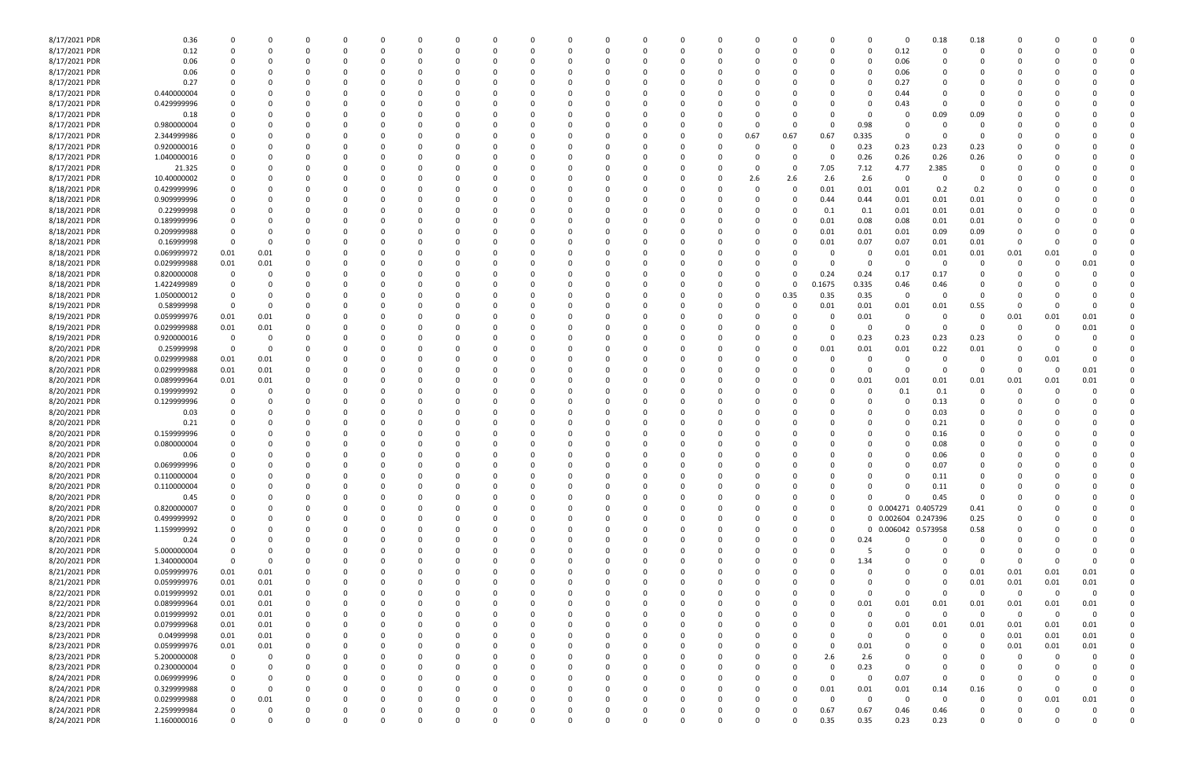| | | | | | | | | | | | | | | | | | | | | | | | | | | | | | | |
|---|---|---|---|---|---|---|---|---|---|---|---|---|---|---|---|---|---|---|---|---|---|---|---|---|---|---|---|---|---|---|
| 8/17/2021 PDR | 0.36 | 0 | 0 | 0 | 0 | 0 | 0 | 0 | 0 | 0 | 0 | 0 | 0 | 0 | 0 | 0 | 0 | 0 | 0 | 0 | 0 | 0 | 0 | 0 | 0.18 | 0.18 | 0 | 0 | 0 | 0 |
| 8/17/2021 PDR | 0.12 | 0 | 0 | 0 | 0 | 0 | 0 | 0 | 0 | 0 | 0 | 0 | 0 | 0 | 0 | 0 | 0 | 0 | 0 | 0 | 0 | 0 | 0 | 0.12 | 0 | 0 | 0 | 0 | 0 | 0 |
| 8/17/2021 PDR | 0.06 | 0 | 0 | 0 | 0 | 0 | 0 | 0 | 0 | 0 | 0 | 0 | 0 | 0 | 0 | 0 | 0 | 0 | 0 | 0 | 0 | 0 | 0 | 0.06 | 0 | 0 | 0 | 0 | 0 | 0 |
| 8/17/2021 PDR | 0.06 | 0 | 0 | 0 | 0 | 0 | 0 | 0 | 0 | 0 | 0 | 0 | 0 | 0 | 0 | 0 | 0 | 0 | 0 | 0 | 0 | 0 | 0 | 0.06 | 0 | 0 | 0 | 0 | 0 | 0 |
| 8/17/2021 PDR | 0.27 | 0 | 0 | 0 | 0 | 0 | 0 | 0 | 0 | 0 | 0 | 0 | 0 | 0 | 0 | 0 | 0 | 0 | 0 | 0 | 0 | 0 | 0 | 0.27 | 0 | 0 | 0 | 0 | 0 | 0 |
| 8/17/2021 PDR | 0.440000004 | 0 | 0 | 0 | 0 | 0 | 0 | 0 | 0 | 0 | 0 | 0 | 0 | 0 | 0 | 0 | 0 | 0 | 0 | 0 | 0 | 0 | 0 | 0.44 | 0 | 0 | 0 | 0 | 0 | 0 |
| 8/17/2021 PDR | 0.429999996 | 0 | 0 | 0 | 0 | 0 | 0 | 0 | 0 | 0 | 0 | 0 | 0 | 0 | 0 | 0 | 0 | 0 | 0 | 0 | 0 | 0 | 0 | 0.43 | 0 | 0 | 0 | 0 | 0 | 0 |
| 8/17/2021 PDR | 0.18 | 0 | 0 | 0 | 0 | 0 | 0 | 0 | 0 | 0 | 0 | 0 | 0 | 0 | 0 | 0 | 0 | 0 | 0 | 0 | 0 | 0 | 0 | 0 | 0.09 | 0.09 | 0 | 0 | 0 | 0 |
| 8/17/2021 PDR | 0.980000004 | 0 | 0 | 0 | 0 | 0 | 0 | 0 | 0 | 0 | 0 | 0 | 0 | 0 | 0 | 0 | 0 | 0 | 0 | 0 | 0 | 0 | 0.98 | 0 | 0 | 0 | 0 | 0 | 0 | 0 |
| 8/17/2021 PDR | 2.344999986 | 0 | 0 | 0 | 0 | 0 | 0 | 0 | 0 | 0 | 0 | 0 | 0 | 0 | 0 | 0 | 0 | 0 | 0 | 0.67 | 0.67 | 0.67 | 0.335 | 0 | 0 | 0 | 0 | 0 | 0 | 0 |
| 8/17/2021 PDR | 0.920000016 | 0 | 0 | 0 | 0 | 0 | 0 | 0 | 0 | 0 | 0 | 0 | 0 | 0 | 0 | 0 | 0 | 0 | 0 | 0 | 0 | 0 | 0.23 | 0.23 | 0.23 | 0.23 | 0 | 0 | 0 | 0 |
| 8/17/2021 PDR | 1.040000016 | 0 | 0 | 0 | 0 | 0 | 0 | 0 | 0 | 0 | 0 | 0 | 0 | 0 | 0 | 0 | 0 | 0 | 0 | 0 | 0 | 0 | 0.26 | 0.26 | 0.26 | 0.26 | 0 | 0 | 0 | 0 |
| 8/17/2021 PDR | 21.325 | 0 | 0 | 0 | 0 | 0 | 0 | 0 | 0 | 0 | 0 | 0 | 0 | 0 | 0 | 0 | 0 | 0 | 0 | 0 | 0 | 7.05 | 7.12 | 4.77 | 2.385 | 0 | 0 | 0 | 0 | 0 |
| 8/17/2021 PDR | 10.40000002 | 0 | 0 | 0 | 0 | 0 | 0 | 0 | 0 | 0 | 0 | 0 | 0 | 0 | 0 | 0 | 0 | 0 | 0 | 2.6 | 2.6 | 2.6 | 2.6 | 0 | 0 | 0 | 0 | 0 | 0 | 0 |
| 8/18/2021 PDR | 0.429999996 | 0 | 0 | 0 | 0 | 0 | 0 | 0 | 0 | 0 | 0 | 0 | 0 | 0 | 0 | 0 | 0 | 0 | 0 | 0 | 0 | 0.01 | 0.01 | 0.01 | 0.2 | 0.2 | 0 | 0 | 0 | 0 |
| 8/18/2021 PDR | 0.909999996 | 0 | 0 | 0 | 0 | 0 | 0 | 0 | 0 | 0 | 0 | 0 | 0 | 0 | 0 | 0 | 0 | 0 | 0 | 0 | 0 | 0.44 | 0.44 | 0.01 | 0.01 | 0.01 | 0 | 0 | 0 | 0 |
| 8/18/2021 PDR | 0.22999998 | 0 | 0 | 0 | 0 | 0 | 0 | 0 | 0 | 0 | 0 | 0 | 0 | 0 | 0 | 0 | 0 | 0 | 0 | 0 | 0 | 0.1 | 0.1 | 0.01 | 0.01 | 0.01 | 0 | 0 | 0 | 0 |
| 8/18/2021 PDR | 0.189999996 | 0 | 0 | 0 | 0 | 0 | 0 | 0 | 0 | 0 | 0 | 0 | 0 | 0 | 0 | 0 | 0 | 0 | 0 | 0 | 0 | 0.01 | 0.08 | 0.08 | 0.01 | 0.01 | 0 | 0 | 0 | 0 |
| 8/18/2021 PDR | 0.209999988 | 0 | 0 | 0 | 0 | 0 | 0 | 0 | 0 | 0 | 0 | 0 | 0 | 0 | 0 | 0 | 0 | 0 | 0 | 0 | 0 | 0.01 | 0.01 | 0.01 | 0.09 | 0.09 | 0 | 0 | 0 | 0 |
| 8/18/2021 PDR | 0.16999998 | 0 | 0 | 0 | 0 | 0 | 0 | 0 | 0 | 0 | 0 | 0 | 0 | 0 | 0 | 0 | 0 | 0 | 0 | 0 | 0 | 0.01 | 0.07 | 0.07 | 0.01 | 0.01 | 0 | 0 | 0 | 0 |
| 8/18/2021 PDR | 0.069999972 | 0.01 | 0.01 | 0 | 0 | 0 | 0 | 0 | 0 | 0 | 0 | 0 | 0 | 0 | 0 | 0 | 0 | 0 | 0 | 0 | 0 | 0 | 0 | 0.01 | 0.01 | 0.01 | 0.01 | 0.01 | 0 | 0 |
| 8/18/2021 PDR | 0.029999988 | 0.01 | 0.01 | 0 | 0 | 0 | 0 | 0 | 0 | 0 | 0 | 0 | 0 | 0 | 0 | 0 | 0 | 0 | 0 | 0 | 0 | 0 | 0 | 0 | 0 | 0 | 0 | 0 | 0.01 | 0 |
| 8/18/2021 PDR | 0.820000008 | 0 | 0 | 0 | 0 | 0 | 0 | 0 | 0 | 0 | 0 | 0 | 0 | 0 | 0 | 0 | 0 | 0 | 0 | 0 | 0 | 0.24 | 0.24 | 0.17 | 0.17 | 0 | 0 | 0 | 0 | 0 |
| 8/18/2021 PDR | 1.422499989 | 0 | 0 | 0 | 0 | 0 | 0 | 0 | 0 | 0 | 0 | 0 | 0 | 0 | 0 | 0 | 0 | 0 | 0 | 0 | 0 | 0.1675 | 0.335 | 0.46 | 0.46 | 0 | 0 | 0 | 0 | 0 |
| 8/18/2021 PDR | 1.050000012 | 0 | 0 | 0 | 0 | 0 | 0 | 0 | 0 | 0 | 0 | 0 | 0 | 0 | 0 | 0 | 0 | 0 | 0 | 0 | 0.35 | 0.35 | 0.35 | 0 | 0 | 0 | 0 | 0 | 0 | 0 |
| 8/19/2021 PDR | 0.58999998 | 0 | 0 | 0 | 0 | 0 | 0 | 0 | 0 | 0 | 0 | 0 | 0 | 0 | 0 | 0 | 0 | 0 | 0 | 0 | 0 | 0.01 | 0.01 | 0.01 | 0.01 | 0.55 | 0 | 0 | 0 | 0 |
| 8/19/2021 PDR | 0.059999976 | 0.01 | 0.01 | 0 | 0 | 0 | 0 | 0 | 0 | 0 | 0 | 0 | 0 | 0 | 0 | 0 | 0 | 0 | 0 | 0 | 0 | 0 | 0.01 | 0 | 0 | 0 | 0.01 | 0.01 | 0.01 | 0 |
| 8/19/2021 PDR | 0.029999988 | 0.01 | 0.01 | 0 | 0 | 0 | 0 | 0 | 0 | 0 | 0 | 0 | 0 | 0 | 0 | 0 | 0 | 0 | 0 | 0 | 0 | 0 | 0 | 0 | 0 | 0 | 0 | 0 | 0.01 | 0 |
| 8/19/2021 PDR | 0.920000016 | 0 | 0 | 0 | 0 | 0 | 0 | 0 | 0 | 0 | 0 | 0 | 0 | 0 | 0 | 0 | 0 | 0 | 0 | 0 | 0 | 0 | 0.23 | 0.23 | 0.23 | 0.23 | 0 | 0 | 0 | 0 |
| 8/20/2021 PDR | 0.25999998 | 0 | 0 | 0 | 0 | 0 | 0 | 0 | 0 | 0 | 0 | 0 | 0 | 0 | 0 | 0 | 0 | 0 | 0 | 0 | 0 | 0.01 | 0.01 | 0.01 | 0.22 | 0.01 | 0 | 0 | 0 | 0 |
| 8/20/2021 PDR | 0.029999988 | 0.01 | 0.01 | 0 | 0 | 0 | 0 | 0 | 0 | 0 | 0 | 0 | 0 | 0 | 0 | 0 | 0 | 0 | 0 | 0 | 0 | 0 | 0 | 0 | 0 | 0 | 0 | 0.01 | 0 | 0 |
| 8/20/2021 PDR | 0.029999988 | 0.01 | 0.01 | 0 | 0 | 0 | 0 | 0 | 0 | 0 | 0 | 0 | 0 | 0 | 0 | 0 | 0 | 0 | 0 | 0 | 0 | 0 | 0 | 0 | 0 | 0 | 0 | 0 | 0.01 | 0 |
| 8/20/2021 PDR | 0.089999964 | 0.01 | 0.01 | 0 | 0 | 0 | 0 | 0 | 0 | 0 | 0 | 0 | 0 | 0 | 0 | 0 | 0 | 0 | 0 | 0 | 0 | 0 | 0.01 | 0.01 | 0.01 | 0.01 | 0.01 | 0.01 | 0.01 | 0 |
| 8/20/2021 PDR | 0.199999992 | 0 | 0 | 0 | 0 | 0 | 0 | 0 | 0 | 0 | 0 | 0 | 0 | 0 | 0 | 0 | 0 | 0 | 0 | 0 | 0 | 0 | 0 | 0.1 | 0.1 | 0 | 0 | 0 | 0 | 0 |
| 8/20/2021 PDR | 0.129999996 | 0 | 0 | 0 | 0 | 0 | 0 | 0 | 0 | 0 | 0 | 0 | 0 | 0 | 0 | 0 | 0 | 0 | 0 | 0 | 0 | 0 | 0 | 0 | 0.13 | 0 | 0 | 0 | 0 | 0 |
| 8/20/2021 PDR | 0.03 | 0 | 0 | 0 | 0 | 0 | 0 | 0 | 0 | 0 | 0 | 0 | 0 | 0 | 0 | 0 | 0 | 0 | 0 | 0 | 0 | 0 | 0 | 0 | 0.03 | 0 | 0 | 0 | 0 | 0 |
| 8/20/2021 PDR | 0.21 | 0 | 0 | 0 | 0 | 0 | 0 | 0 | 0 | 0 | 0 | 0 | 0 | 0 | 0 | 0 | 0 | 0 | 0 | 0 | 0 | 0 | 0 | 0 | 0.21 | 0 | 0 | 0 | 0 | 0 |
| 8/20/2021 PDR | 0.159999996 | 0 | 0 | 0 | 0 | 0 | 0 | 0 | 0 | 0 | 0 | 0 | 0 | 0 | 0 | 0 | 0 | 0 | 0 | 0 | 0 | 0 | 0 | 0 | 0.16 | 0 | 0 | 0 | 0 | 0 |
| 8/20/2021 PDR | 0.080000004 | 0 | 0 | 0 | 0 | 0 | 0 | 0 | 0 | 0 | 0 | 0 | 0 | 0 | 0 | 0 | 0 | 0 | 0 | 0 | 0 | 0 | 0 | 0 | 0.08 | 0 | 0 | 0 | 0 | 0 |
| 8/20/2021 PDR | 0.06 | 0 | 0 | 0 | 0 | 0 | 0 | 0 | 0 | 0 | 0 | 0 | 0 | 0 | 0 | 0 | 0 | 0 | 0 | 0 | 0 | 0 | 0 | 0 | 0.06 | 0 | 0 | 0 | 0 | 0 |
| 8/20/2021 PDR | 0.069999996 | 0 | 0 | 0 | 0 | 0 | 0 | 0 | 0 | 0 | 0 | 0 | 0 | 0 | 0 | 0 | 0 | 0 | 0 | 0 | 0 | 0 | 0 | 0 | 0.07 | 0 | 0 | 0 | 0 | 0 |
| 8/20/2021 PDR | 0.110000004 | 0 | 0 | 0 | 0 | 0 | 0 | 0 | 0 | 0 | 0 | 0 | 0 | 0 | 0 | 0 | 0 | 0 | 0 | 0 | 0 | 0 | 0 | 0 | 0.11 | 0 | 0 | 0 | 0 | 0 |
| 8/20/2021 PDR | 0.110000004 | 0 | 0 | 0 | 0 | 0 | 0 | 0 | 0 | 0 | 0 | 0 | 0 | 0 | 0 | 0 | 0 | 0 | 0 | 0 | 0 | 0 | 0 | 0 | 0.11 | 0 | 0 | 0 | 0 | 0 |
| 8/20/2021 PDR | 0.45 | 0 | 0 | 0 | 0 | 0 | 0 | 0 | 0 | 0 | 0 | 0 | 0 | 0 | 0 | 0 | 0 | 0 | 0 | 0 | 0 | 0 | 0 | 0 | 0.45 | 0 | 0 | 0 | 0 | 0 |
| 8/20/2021 PDR | 0.820000007 | 0 | 0 | 0 | 0 | 0 | 0 | 0 | 0 | 0 | 0 | 0 | 0 | 0 | 0 | 0 | 0 | 0 | 0 | 0 | 0 | 0 | 0 | 0.004271 | 0.405729 | 0.41 | 0 | 0 | 0 | 0 |
| 8/20/2021 PDR | 0.499999992 | 0 | 0 | 0 | 0 | 0 | 0 | 0 | 0 | 0 | 0 | 0 | 0 | 0 | 0 | 0 | 0 | 0 | 0 | 0 | 0 | 0 | 0 | 0.002604 | 0.247396 | 0.25 | 0 | 0 | 0 | 0 |
| 8/20/2021 PDR | 1.159999992 | 0 | 0 | 0 | 0 | 0 | 0 | 0 | 0 | 0 | 0 | 0 | 0 | 0 | 0 | 0 | 0 | 0 | 0 | 0 | 0 | 0 | 0 | 0.006042 | 0.573958 | 0.58 | 0 | 0 | 0 | 0 |
| 8/20/2021 PDR | 0.24 | 0 | 0 | 0 | 0 | 0 | 0 | 0 | 0 | 0 | 0 | 0 | 0 | 0 | 0 | 0 | 0 | 0 | 0 | 0 | 0 | 0 | 0.24 | 0 | 0 | 0 | 0 | 0 | 0 | 0 |
| 8/20/2021 PDR | 5.000000004 | 0 | 0 | 0 | 0 | 0 | 0 | 0 | 0 | 0 | 0 | 0 | 0 | 0 | 0 | 0 | 0 | 0 | 0 | 0 | 0 | 0 | 5 | 0 | 0 | 0 | 0 | 0 | 0 | 0 |
| 8/20/2021 PDR | 1.340000004 | 0 | 0 | 0 | 0 | 0 | 0 | 0 | 0 | 0 | 0 | 0 | 0 | 0 | 0 | 0 | 0 | 0 | 0 | 0 | 0 | 0 | 1.34 | 0 | 0 | 0 | 0 | 0 | 0 | 0 |
| 8/21/2021 PDR | 0.059999976 | 0.01 | 0.01 | 0 | 0 | 0 | 0 | 0 | 0 | 0 | 0 | 0 | 0 | 0 | 0 | 0 | 0 | 0 | 0 | 0 | 0 | 0 | 0 | 0 | 0 | 0.01 | 0.01 | 0.01 | 0.01 | 0 |
| 8/21/2021 PDR | 0.059999976 | 0.01 | 0.01 | 0 | 0 | 0 | 0 | 0 | 0 | 0 | 0 | 0 | 0 | 0 | 0 | 0 | 0 | 0 | 0 | 0 | 0 | 0 | 0 | 0 | 0 | 0.01 | 0.01 | 0.01 | 0.01 | 0 |
| 8/22/2021 PDR | 0.019999992 | 0.01 | 0.01 | 0 | 0 | 0 | 0 | 0 | 0 | 0 | 0 | 0 | 0 | 0 | 0 | 0 | 0 | 0 | 0 | 0 | 0 | 0 | 0 | 0 | 0 | 0 | 0 | 0 | 0 | 0 |
| 8/22/2021 PDR | 0.089999964 | 0.01 | 0.01 | 0 | 0 | 0 | 0 | 0 | 0 | 0 | 0 | 0 | 0 | 0 | 0 | 0 | 0 | 0 | 0 | 0 | 0 | 0 | 0.01 | 0.01 | 0.01 | 0.01 | 0.01 | 0.01 | 0.01 | 0 |
| 8/22/2021 PDR | 0.019999992 | 0.01 | 0.01 | 0 | 0 | 0 | 0 | 0 | 0 | 0 | 0 | 0 | 0 | 0 | 0 | 0 | 0 | 0 | 0 | 0 | 0 | 0 | 0 | 0 | 0 | 0 | 0 | 0 | 0 | 0 |
| 8/23/2021 PDR | 0.079999968 | 0.01 | 0.01 | 0 | 0 | 0 | 0 | 0 | 0 | 0 | 0 | 0 | 0 | 0 | 0 | 0 | 0 | 0 | 0 | 0 | 0 | 0 | 0 | 0.01 | 0.01 | 0.01 | 0.01 | 0.01 | 0.01 | 0 |
| 8/23/2021 PDR | 0.04999998 | 0.01 | 0.01 | 0 | 0 | 0 | 0 | 0 | 0 | 0 | 0 | 0 | 0 | 0 | 0 | 0 | 0 | 0 | 0 | 0 | 0 | 0 | 0 | 0 | 0 | 0 | 0.01 | 0.01 | 0.01 | 0 |
| 8/23/2021 PDR | 0.059999976 | 0.01 | 0.01 | 0 | 0 | 0 | 0 | 0 | 0 | 0 | 0 | 0 | 0 | 0 | 0 | 0 | 0 | 0 | 0 | 0 | 0 | 0 | 0.01 | 0 | 0 | 0 | 0.01 | 0.01 | 0.01 | 0 |
| 8/23/2021 PDR | 5.200000008 | 0 | 0 | 0 | 0 | 0 | 0 | 0 | 0 | 0 | 0 | 0 | 0 | 0 | 0 | 0 | 0 | 0 | 0 | 0 | 0 | 2.6 | 2.6 | 0 | 0 | 0 | 0 | 0 | 0 | 0 |
| 8/23/2021 PDR | 0.230000004 | 0 | 0 | 0 | 0 | 0 | 0 | 0 | 0 | 0 | 0 | 0 | 0 | 0 | 0 | 0 | 0 | 0 | 0 | 0 | 0 | 0 | 0.23 | 0 | 0 | 0 | 0 | 0 | 0 | 0 |
| 8/24/2021 PDR | 0.069999996 | 0 | 0 | 0 | 0 | 0 | 0 | 0 | 0 | 0 | 0 | 0 | 0 | 0 | 0 | 0 | 0 | 0 | 0 | 0 | 0 | 0 | 0 | 0.07 | 0 | 0 | 0 | 0 | 0 | 0 |
| 8/24/2021 PDR | 0.329999988 | 0 | 0 | 0 | 0 | 0 | 0 | 0 | 0 | 0 | 0 | 0 | 0 | 0 | 0 | 0 | 0 | 0 | 0 | 0 | 0 | 0.01 | 0.01 | 0.01 | 0.14 | 0.16 | 0 | 0 | 0 | 0 |
| 8/24/2021 PDR | 0.029999988 | 0 | 0.01 | 0 | 0 | 0 | 0 | 0 | 0 | 0 | 0 | 0 | 0 | 0 | 0 | 0 | 0 | 0 | 0 | 0 | 0 | 0 | 0 | 0 | 0 | 0 | 0 | 0.01 | 0.01 | 0 |
| 8/24/2021 PDR | 2.259999984 | 0 | 0 | 0 | 0 | 0 | 0 | 0 | 0 | 0 | 0 | 0 | 0 | 0 | 0 | 0 | 0 | 0 | 0 | 0 | 0 | 0.67 | 0.67 | 0.46 | 0.46 | 0 | 0 | 0 | 0 | 0 |
| 8/24/2021 PDR | 1.160000016 | 0 | 0 | 0 | 0 | 0 | 0 | 0 | 0 | 0 | 0 | 0 | 0 | 0 | 0 | 0 | 0 | 0 | 0 | 0 | 0 | 0.35 | 0.35 | 0.23 | 0.23 | 0 | 0 | 0 | 0 | 0 |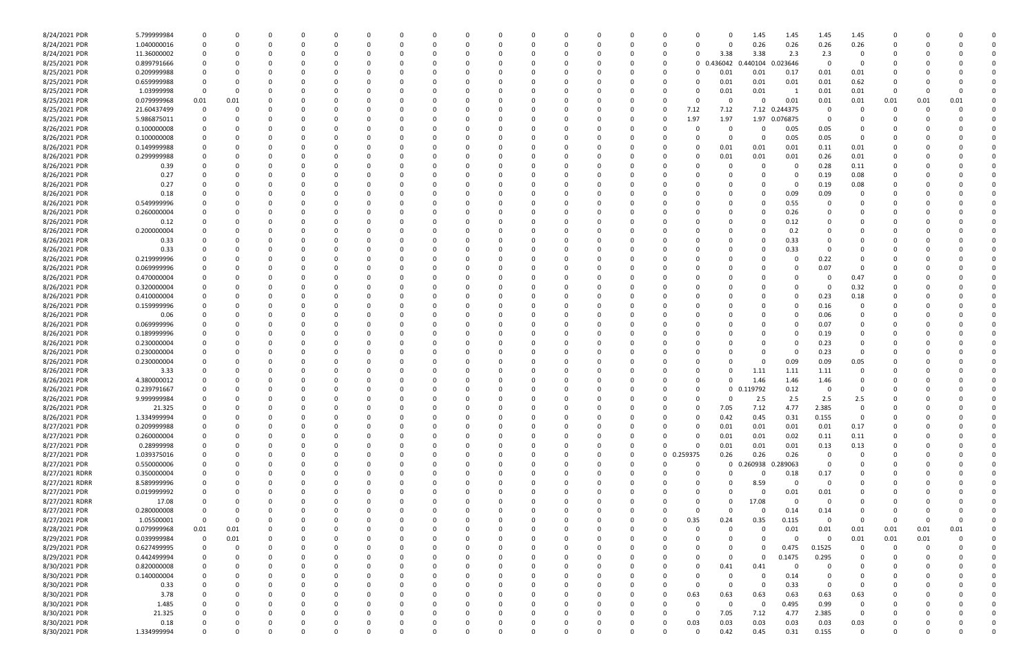| | | | | | | | | | | | | | | | | | | | | | | | | | | | | | |
|---|---|---|---|---|---|---|---|---|---|---|---|---|---|---|---|---|---|---|---|---|---|---|---|---|---|---|---|---|---|
| 8/24/2021 PDR | 5.799999984 | 0 | 0 | 0 | 0 | 0 | 0 | 0 | 0 | 0 | 0 | 0 | 0 | 0 | 0 | 0 | 0 | 0 | 0 | 0 | 1.45 | 1.45 | 1.45 | 1.45 | 0 | 0 | 0 | 0 | 0 |
| 8/24/2021 PDR | 1.040000016 | 0 | 0 | 0 | 0 | 0 | 0 | 0 | 0 | 0 | 0 | 0 | 0 | 0 | 0 | 0 | 0 | 0 | 0 | 0 | 0.26 | 0.26 | 0.26 | 0.26 | 0 | 0 | 0 | 0 | 0 |
| 8/24/2021 PDR | 11.36000002 | 0 | 0 | 0 | 0 | 0 | 0 | 0 | 0 | 0 | 0 | 0 | 0 | 0 | 0 | 0 | 0 | 0 | 0 | 3.38 | 3.38 | 2.3 | 2.3 | 0 | 0 | 0 | 0 | 0 | 0 |
| 8/25/2021 PDR | 0.899791666 | 0 | 0 | 0 | 0 | 0 | 0 | 0 | 0 | 0 | 0 | 0 | 0 | 0 | 0 | 0 | 0 | 0 | 0 | 0.436042 | 0.440104 | 0.023646 | 0 | 0 | 0 | 0 | 0 | 0 | 0 |
| 8/25/2021 PDR | 0.209999988 | 0 | 0 | 0 | 0 | 0 | 0 | 0 | 0 | 0 | 0 | 0 | 0 | 0 | 0 | 0 | 0 | 0 | 0 | 0.01 | 0.01 | 0.17 | 0.01 | 0.01 | 0 | 0 | 0 | 0 | 0 |
| 8/25/2021 PDR | 0.659999988 | 0 | 0 | 0 | 0 | 0 | 0 | 0 | 0 | 0 | 0 | 0 | 0 | 0 | 0 | 0 | 0 | 0 | 0 | 0.01 | 0.01 | 0.01 | 0.01 | 0.62 | 0 | 0 | 0 | 0 | 0 |
| 8/25/2021 PDR | 1.03999998 | 0 | 0 | 0 | 0 | 0 | 0 | 0 | 0 | 0 | 0 | 0 | 0 | 0 | 0 | 0 | 0 | 0 | 0 | 0.01 | 0.01 | 1 | 0.01 | 0.01 | 0 | 0 | 0 | 0 | 0 |
| 8/25/2021 PDR | 0.079999968 | 0.01 | 0.01 | 0 | 0 | 0 | 0 | 0 | 0 | 0 | 0 | 0 | 0 | 0 | 0 | 0 | 0 | 0 | 0 | 0 | 0 | 0.01 | 0.01 | 0.01 | 0.01 | 0.01 | 0.01 | 0 | 0 |
| 8/25/2021 PDR | 21.60437499 | 0 | 0 | 0 | 0 | 0 | 0 | 0 | 0 | 0 | 0 | 0 | 0 | 0 | 0 | 0 | 0 | 0 | 7.12 | 7.12 | 7.12 | 0.244375 | 0 | 0 | 0 | 0 | 0 | 0 | 0 |
| 8/25/2021 PDR | 5.986875011 | 0 | 0 | 0 | 0 | 0 | 0 | 0 | 0 | 0 | 0 | 0 | 0 | 0 | 0 | 0 | 0 | 0 | 1.97 | 1.97 | 1.97 | 0.076875 | 0 | 0 | 0 | 0 | 0 | 0 | 0 |
| 8/26/2021 PDR | 0.100000008 | 0 | 0 | 0 | 0 | 0 | 0 | 0 | 0 | 0 | 0 | 0 | 0 | 0 | 0 | 0 | 0 | 0 | 0 | 0 | 0 | 0.05 | 0.05 | 0 | 0 | 0 | 0 | 0 | 0 |
| 8/26/2021 PDR | 0.100000008 | 0 | 0 | 0 | 0 | 0 | 0 | 0 | 0 | 0 | 0 | 0 | 0 | 0 | 0 | 0 | 0 | 0 | 0 | 0 | 0 | 0.05 | 0.05 | 0 | 0 | 0 | 0 | 0 | 0 |
| 8/26/2021 PDR | 0.149999988 | 0 | 0 | 0 | 0 | 0 | 0 | 0 | 0 | 0 | 0 | 0 | 0 | 0 | 0 | 0 | 0 | 0 | 0 | 0.01 | 0.01 | 0.01 | 0.11 | 0.01 | 0 | 0 | 0 | 0 | 0 |
| 8/26/2021 PDR | 0.299999988 | 0 | 0 | 0 | 0 | 0 | 0 | 0 | 0 | 0 | 0 | 0 | 0 | 0 | 0 | 0 | 0 | 0 | 0 | 0.01 | 0.01 | 0.01 | 0.26 | 0.01 | 0 | 0 | 0 | 0 | 0 |
| 8/26/2021 PDR | 0.39 | 0 | 0 | 0 | 0 | 0 | 0 | 0 | 0 | 0 | 0 | 0 | 0 | 0 | 0 | 0 | 0 | 0 | 0 | 0 | 0 | 0 | 0.28 | 0.11 | 0 | 0 | 0 | 0 | 0 |
| 8/26/2021 PDR | 0.27 | 0 | 0 | 0 | 0 | 0 | 0 | 0 | 0 | 0 | 0 | 0 | 0 | 0 | 0 | 0 | 0 | 0 | 0 | 0 | 0 | 0 | 0.19 | 0.08 | 0 | 0 | 0 | 0 | 0 |
| 8/26/2021 PDR | 0.27 | 0 | 0 | 0 | 0 | 0 | 0 | 0 | 0 | 0 | 0 | 0 | 0 | 0 | 0 | 0 | 0 | 0 | 0 | 0 | 0 | 0 | 0.19 | 0.08 | 0 | 0 | 0 | 0 | 0 |
| 8/26/2021 PDR | 0.18 | 0 | 0 | 0 | 0 | 0 | 0 | 0 | 0 | 0 | 0 | 0 | 0 | 0 | 0 | 0 | 0 | 0 | 0 | 0 | 0 | 0.09 | 0.09 | 0 | 0 | 0 | 0 | 0 | 0 |
| 8/26/2021 PDR | 0.549999996 | 0 | 0 | 0 | 0 | 0 | 0 | 0 | 0 | 0 | 0 | 0 | 0 | 0 | 0 | 0 | 0 | 0 | 0 | 0 | 0 | 0.55 | 0 | 0 | 0 | 0 | 0 | 0 | 0 |
| 8/26/2021 PDR | 0.260000004 | 0 | 0 | 0 | 0 | 0 | 0 | 0 | 0 | 0 | 0 | 0 | 0 | 0 | 0 | 0 | 0 | 0 | 0 | 0 | 0 | 0.26 | 0 | 0 | 0 | 0 | 0 | 0 | 0 |
| 8/26/2021 PDR | 0.12 | 0 | 0 | 0 | 0 | 0 | 0 | 0 | 0 | 0 | 0 | 0 | 0 | 0 | 0 | 0 | 0 | 0 | 0 | 0 | 0 | 0.12 | 0 | 0 | 0 | 0 | 0 | 0 | 0 |
| 8/26/2021 PDR | 0.200000004 | 0 | 0 | 0 | 0 | 0 | 0 | 0 | 0 | 0 | 0 | 0 | 0 | 0 | 0 | 0 | 0 | 0 | 0 | 0 | 0 | 0.2 | 0 | 0 | 0 | 0 | 0 | 0 | 0 |
| 8/26/2021 PDR | 0.33 | 0 | 0 | 0 | 0 | 0 | 0 | 0 | 0 | 0 | 0 | 0 | 0 | 0 | 0 | 0 | 0 | 0 | 0 | 0 | 0 | 0.33 | 0 | 0 | 0 | 0 | 0 | 0 | 0 |
| 8/26/2021 PDR | 0.33 | 0 | 0 | 0 | 0 | 0 | 0 | 0 | 0 | 0 | 0 | 0 | 0 | 0 | 0 | 0 | 0 | 0 | 0 | 0 | 0 | 0.33 | 0 | 0 | 0 | 0 | 0 | 0 | 0 |
| 8/26/2021 PDR | 0.219999996 | 0 | 0 | 0 | 0 | 0 | 0 | 0 | 0 | 0 | 0 | 0 | 0 | 0 | 0 | 0 | 0 | 0 | 0 | 0 | 0 | 0 | 0.22 | 0 | 0 | 0 | 0 | 0 | 0 |
| 8/26/2021 PDR | 0.069999996 | 0 | 0 | 0 | 0 | 0 | 0 | 0 | 0 | 0 | 0 | 0 | 0 | 0 | 0 | 0 | 0 | 0 | 0 | 0 | 0 | 0 | 0.07 | 0 | 0 | 0 | 0 | 0 | 0 |
| 8/26/2021 PDR | 0.470000004 | 0 | 0 | 0 | 0 | 0 | 0 | 0 | 0 | 0 | 0 | 0 | 0 | 0 | 0 | 0 | 0 | 0 | 0 | 0 | 0 | 0 | 0 | 0.47 | 0 | 0 | 0 | 0 | 0 |
| 8/26/2021 PDR | 0.320000004 | 0 | 0 | 0 | 0 | 0 | 0 | 0 | 0 | 0 | 0 | 0 | 0 | 0 | 0 | 0 | 0 | 0 | 0 | 0 | 0 | 0 | 0 | 0.32 | 0 | 0 | 0 | 0 | 0 |
| 8/26/2021 PDR | 0.410000004 | 0 | 0 | 0 | 0 | 0 | 0 | 0 | 0 | 0 | 0 | 0 | 0 | 0 | 0 | 0 | 0 | 0 | 0 | 0 | 0 | 0 | 0.23 | 0.18 | 0 | 0 | 0 | 0 | 0 |
| 8/26/2021 PDR | 0.159999996 | 0 | 0 | 0 | 0 | 0 | 0 | 0 | 0 | 0 | 0 | 0 | 0 | 0 | 0 | 0 | 0 | 0 | 0 | 0 | 0 | 0 | 0.16 | 0 | 0 | 0 | 0 | 0 | 0 |
| 8/26/2021 PDR | 0.06 | 0 | 0 | 0 | 0 | 0 | 0 | 0 | 0 | 0 | 0 | 0 | 0 | 0 | 0 | 0 | 0 | 0 | 0 | 0 | 0 | 0 | 0.06 | 0 | 0 | 0 | 0 | 0 | 0 |
| 8/26/2021 PDR | 0.069999996 | 0 | 0 | 0 | 0 | 0 | 0 | 0 | 0 | 0 | 0 | 0 | 0 | 0 | 0 | 0 | 0 | 0 | 0 | 0 | 0 | 0 | 0.07 | 0 | 0 | 0 | 0 | 0 | 0 |
| 8/26/2021 PDR | 0.189999996 | 0 | 0 | 0 | 0 | 0 | 0 | 0 | 0 | 0 | 0 | 0 | 0 | 0 | 0 | 0 | 0 | 0 | 0 | 0 | 0 | 0 | 0.19 | 0 | 0 | 0 | 0 | 0 | 0 |
| 8/26/2021 PDR | 0.230000004 | 0 | 0 | 0 | 0 | 0 | 0 | 0 | 0 | 0 | 0 | 0 | 0 | 0 | 0 | 0 | 0 | 0 | 0 | 0 | 0 | 0 | 0.23 | 0 | 0 | 0 | 0 | 0 | 0 |
| 8/26/2021 PDR | 0.230000004 | 0 | 0 | 0 | 0 | 0 | 0 | 0 | 0 | 0 | 0 | 0 | 0 | 0 | 0 | 0 | 0 | 0 | 0 | 0 | 0 | 0 | 0.23 | 0 | 0 | 0 | 0 | 0 | 0 |
| 8/26/2021 PDR | 0.230000004 | 0 | 0 | 0 | 0 | 0 | 0 | 0 | 0 | 0 | 0 | 0 | 0 | 0 | 0 | 0 | 0 | 0 | 0 | 0 | 0 | 0.09 | 0.09 | 0.05 | 0 | 0 | 0 | 0 | 0 |
| 8/26/2021 PDR | 3.33 | 0 | 0 | 0 | 0 | 0 | 0 | 0 | 0 | 0 | 0 | 0 | 0 | 0 | 0 | 0 | 0 | 0 | 0 | 0 | 1.11 | 1.11 | 1.11 | 0 | 0 | 0 | 0 | 0 | 0 |
| 8/26/2021 PDR | 4.380000012 | 0 | 0 | 0 | 0 | 0 | 0 | 0 | 0 | 0 | 0 | 0 | 0 | 0 | 0 | 0 | 0 | 0 | 0 | 0 | 1.46 | 1.46 | 1.46 | 0 | 0 | 0 | 0 | 0 | 0 |
| 8/26/2021 PDR | 0.239791667 | 0 | 0 | 0 | 0 | 0 | 0 | 0 | 0 | 0 | 0 | 0 | 0 | 0 | 0 | 0 | 0 | 0 | 0 | 0 | 0.119792 | 0.12 | 0 | 0 | 0 | 0 | 0 | 0 | 0 |
| 8/26/2021 PDR | 9.999999984 | 0 | 0 | 0 | 0 | 0 | 0 | 0 | 0 | 0 | 0 | 0 | 0 | 0 | 0 | 0 | 0 | 0 | 0 | 0 | 2.5 | 2.5 | 2.5 | 2.5 | 0 | 0 | 0 | 0 | 0 |
| 8/26/2021 PDR | 21.325 | 0 | 0 | 0 | 0 | 0 | 0 | 0 | 0 | 0 | 0 | 0 | 0 | 0 | 0 | 0 | 0 | 0 | 0 | 7.05 | 7.12 | 4.77 | 2.385 | 0 | 0 | 0 | 0 | 0 | 0 |
| 8/26/2021 PDR | 1.334999994 | 0 | 0 | 0 | 0 | 0 | 0 | 0 | 0 | 0 | 0 | 0 | 0 | 0 | 0 | 0 | 0 | 0 | 0 | 0.42 | 0.45 | 0.31 | 0.155 | 0 | 0 | 0 | 0 | 0 | 0 |
| 8/27/2021 PDR | 0.209999988 | 0 | 0 | 0 | 0 | 0 | 0 | 0 | 0 | 0 | 0 | 0 | 0 | 0 | 0 | 0 | 0 | 0 | 0 | 0.01 | 0.01 | 0.01 | 0.01 | 0.17 | 0 | 0 | 0 | 0 | 0 |
| 8/27/2021 PDR | 0.260000004 | 0 | 0 | 0 | 0 | 0 | 0 | 0 | 0 | 0 | 0 | 0 | 0 | 0 | 0 | 0 | 0 | 0 | 0 | 0.01 | 0.01 | 0.02 | 0.11 | 0.11 | 0 | 0 | 0 | 0 | 0 |
| 8/27/2021 PDR | 0.28999998 | 0 | 0 | 0 | 0 | 0 | 0 | 0 | 0 | 0 | 0 | 0 | 0 | 0 | 0 | 0 | 0 | 0 | 0 | 0.01 | 0.01 | 0.01 | 0.13 | 0.13 | 0 | 0 | 0 | 0 | 0 |
| 8/27/2021 PDR | 1.039375016 | 0 | 0 | 0 | 0 | 0 | 0 | 0 | 0 | 0 | 0 | 0 | 0 | 0 | 0 | 0 | 0 | 0 | 0.259375 | 0.26 | 0.26 | 0.26 | 0 | 0 | 0 | 0 | 0 | 0 | 0 |
| 8/27/2021 PDR | 0.550000006 | 0 | 0 | 0 | 0 | 0 | 0 | 0 | 0 | 0 | 0 | 0 | 0 | 0 | 0 | 0 | 0 | 0 | 0 | 0 | 0.260938 | 0.289063 | 0 | 0 | 0 | 0 | 0 | 0 | 0 |
| 8/27/2021 RDRR | 0.350000004 | 0 | 0 | 0 | 0 | 0 | 0 | 0 | 0 | 0 | 0 | 0 | 0 | 0 | 0 | 0 | 0 | 0 | 0 | 0 | 0 | 0.18 | 0.17 | 0 | 0 | 0 | 0 | 0 | 0 |
| 8/27/2021 RDRR | 8.589999996 | 0 | 0 | 0 | 0 | 0 | 0 | 0 | 0 | 0 | 0 | 0 | 0 | 0 | 0 | 0 | 0 | 0 | 0 | 0 | 8.59 | 0 | 0 | 0 | 0 | 0 | 0 | 0 | 0 |
| 8/27/2021 PDR | 0.019999992 | 0 | 0 | 0 | 0 | 0 | 0 | 0 | 0 | 0 | 0 | 0 | 0 | 0 | 0 | 0 | 0 | 0 | 0 | 0 | 0 | 0.01 | 0.01 | 0 | 0 | 0 | 0 | 0 | 0 |
| 8/27/2021 RDRR | 17.08 | 0 | 0 | 0 | 0 | 0 | 0 | 0 | 0 | 0 | 0 | 0 | 0 | 0 | 0 | 0 | 0 | 0 | 0 | 0 | 17.08 | 0 | 0 | 0 | 0 | 0 | 0 | 0 | 0 |
| 8/27/2021 PDR | 0.280000008 | 0 | 0 | 0 | 0 | 0 | 0 | 0 | 0 | 0 | 0 | 0 | 0 | 0 | 0 | 0 | 0 | 0 | 0 | 0 | 0 | 0.14 | 0.14 | 0 | 0 | 0 | 0 | 0 | 0 |
| 8/27/2021 PDR | 1.05500001 | 0 | 0 | 0 | 0 | 0 | 0 | 0 | 0 | 0 | 0 | 0 | 0 | 0 | 0 | 0 | 0 | 0 | 0.35 | 0.24 | 0.35 | 0.115 | 0 | 0 | 0 | 0 | 0 | 0 | 0 |
| 8/28/2021 PDR | 0.079999968 | 0.01 | 0.01 | 0 | 0 | 0 | 0 | 0 | 0 | 0 | 0 | 0 | 0 | 0 | 0 | 0 | 0 | 0 | 0 | 0 | 0 | 0.01 | 0.01 | 0.01 | 0.01 | 0.01 | 0.01 | 0 | 0 |
| 8/29/2021 PDR | 0.039999984 | 0 | 0.01 | 0 | 0 | 0 | 0 | 0 | 0 | 0 | 0 | 0 | 0 | 0 | 0 | 0 | 0 | 0 | 0 | 0 | 0 | 0 | 0 | 0.01 | 0.01 | 0.01 | 0 | 0 | 0 |
| 8/29/2021 PDR | 0.627499995 | 0 | 0 | 0 | 0 | 0 | 0 | 0 | 0 | 0 | 0 | 0 | 0 | 0 | 0 | 0 | 0 | 0 | 0 | 0 | 0 | 0.475 | 0.1525 | 0 | 0 | 0 | 0 | 0 | 0 |
| 8/29/2021 PDR | 0.442499994 | 0 | 0 | 0 | 0 | 0 | 0 | 0 | 0 | 0 | 0 | 0 | 0 | 0 | 0 | 0 | 0 | 0 | 0 | 0 | 0 | 0.1475 | 0.295 | 0 | 0 | 0 | 0 | 0 | 0 |
| 8/30/2021 PDR | 0.820000008 | 0 | 0 | 0 | 0 | 0 | 0 | 0 | 0 | 0 | 0 | 0 | 0 | 0 | 0 | 0 | 0 | 0 | 0 | 0.41 | 0.41 | 0 | 0 | 0 | 0 | 0 | 0 | 0 | 0 |
| 8/30/2021 PDR | 0.140000004 | 0 | 0 | 0 | 0 | 0 | 0 | 0 | 0 | 0 | 0 | 0 | 0 | 0 | 0 | 0 | 0 | 0 | 0 | 0 | 0 | 0.14 | 0 | 0 | 0 | 0 | 0 | 0 | 0 |
| 8/30/2021 PDR | 0.33 | 0 | 0 | 0 | 0 | 0 | 0 | 0 | 0 | 0 | 0 | 0 | 0 | 0 | 0 | 0 | 0 | 0 | 0 | 0 | 0 | 0.33 | 0 | 0 | 0 | 0 | 0 | 0 | 0 |
| 8/30/2021 PDR | 3.78 | 0 | 0 | 0 | 0 | 0 | 0 | 0 | 0 | 0 | 0 | 0 | 0 | 0 | 0 | 0 | 0 | 0 | 0.63 | 0.63 | 0.63 | 0.63 | 0.63 | 0.63 | 0 | 0 | 0 | 0 | 0 |
| 8/30/2021 PDR | 1.485 | 0 | 0 | 0 | 0 | 0 | 0 | 0 | 0 | 0 | 0 | 0 | 0 | 0 | 0 | 0 | 0 | 0 | 0 | 0 | 0 | 0.495 | 0.99 | 0 | 0 | 0 | 0 | 0 | 0 |
| 8/30/2021 PDR | 21.325 | 0 | 0 | 0 | 0 | 0 | 0 | 0 | 0 | 0 | 0 | 0 | 0 | 0 | 0 | 0 | 0 | 0 | 0 | 7.05 | 7.12 | 4.77 | 2.385 | 0 | 0 | 0 | 0 | 0 | 0 |
| 8/30/2021 PDR | 0.18 | 0 | 0 | 0 | 0 | 0 | 0 | 0 | 0 | 0 | 0 | 0 | 0 | 0 | 0 | 0 | 0 | 0 | 0.03 | 0.03 | 0.03 | 0.03 | 0.03 | 0.03 | 0 | 0 | 0 | 0 | 0 |
| 8/30/2021 PDR | 1.334999994 | 0 | 0 | 0 | 0 | 0 | 0 | 0 | 0 | 0 | 0 | 0 | 0 | 0 | 0 | 0 | 0 | 0 | 0 | 0.42 | 0.45 | 0.31 | 0.155 | 0 | 0 | 0 | 0 | 0 | 0 |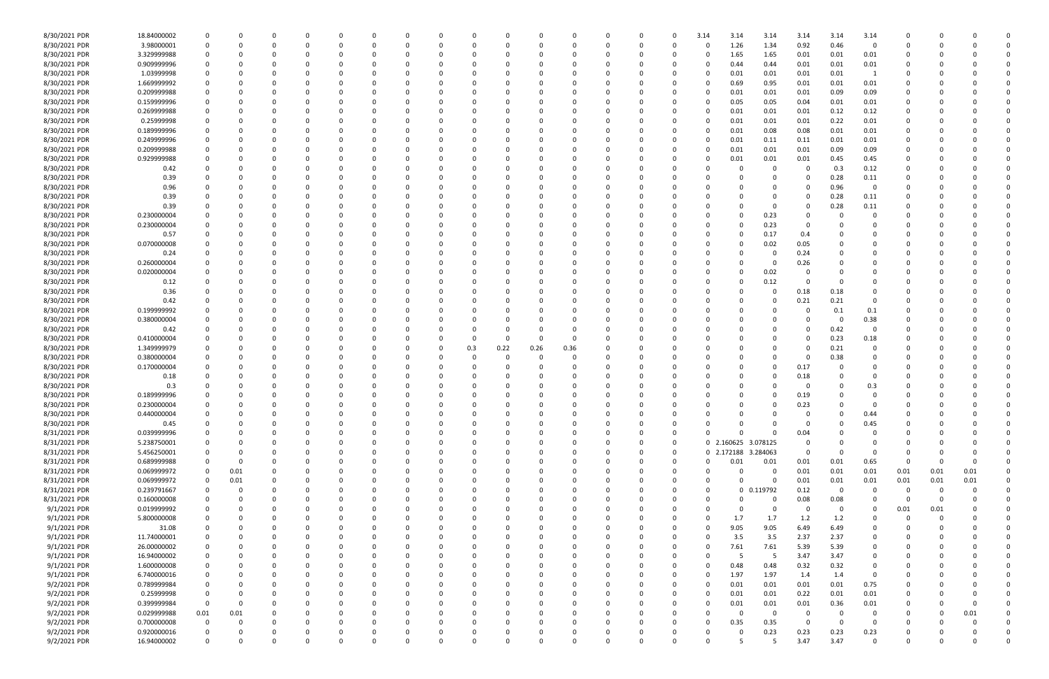| | | | | | | | | | | | | | | | | | | | | | | | | | | | |
|---|---|---|---|---|---|---|---|---|---|---|---|---|---|---|---|---|---|---|---|---|---|---|---|---|---|---|---|
| 8/30/2021 PDR | 18.84000002 | 0 | 0 | 0 | 0 | 0 | 0 | 0 | 0 | 0 | 0 | 0 | 0 | 0 | 0 | 0 | 3.14 | 3.14 | 3.14 | 3.14 | 3.14 | 3.14 | 0 | 0 | 0 | 0 | 0 |
| 8/30/2021 PDR | 3.98000001 | 0 | 0 | 0 | 0 | 0 | 0 | 0 | 0 | 0 | 0 | 0 | 0 | 0 | 0 | 0 | 0 | 1.26 | 1.34 | 0.92 | 0.46 | 0 | 0 | 0 | 0 | 0 | 0 |
| 8/30/2021 PDR | 3.329999988 | 0 | 0 | 0 | 0 | 0 | 0 | 0 | 0 | 0 | 0 | 0 | 0 | 0 | 0 | 0 | 0 | 1.65 | 1.65 | 0.01 | 0.01 | 0.01 | 0 | 0 | 0 | 0 | 0 |
| 8/30/2021 PDR | 0.909999996 | 0 | 0 | 0 | 0 | 0 | 0 | 0 | 0 | 0 | 0 | 0 | 0 | 0 | 0 | 0 | 0 | 0.44 | 0.44 | 0.01 | 0.01 | 0.01 | 0 | 0 | 0 | 0 | 0 |
| 8/30/2021 PDR | 1.03999998 | 0 | 0 | 0 | 0 | 0 | 0 | 0 | 0 | 0 | 0 | 0 | 0 | 0 | 0 | 0 | 0 | 0.01 | 0.01 | 0.01 | 0.01 | 1 | 0 | 0 | 0 | 0 | 0 |
| 8/30/2021 PDR | 1.669999992 | 0 | 0 | 0 | 0 | 0 | 0 | 0 | 0 | 0 | 0 | 0 | 0 | 0 | 0 | 0 | 0 | 0.69 | 0.95 | 0.01 | 0.01 | 0.01 | 0 | 0 | 0 | 0 | 0 |
| 8/30/2021 PDR | 0.209999988 | 0 | 0 | 0 | 0 | 0 | 0 | 0 | 0 | 0 | 0 | 0 | 0 | 0 | 0 | 0 | 0 | 0.01 | 0.01 | 0.01 | 0.09 | 0.09 | 0 | 0 | 0 | 0 | 0 |
| 8/30/2021 PDR | 0.159999996 | 0 | 0 | 0 | 0 | 0 | 0 | 0 | 0 | 0 | 0 | 0 | 0 | 0 | 0 | 0 | 0 | 0.05 | 0.05 | 0.04 | 0.01 | 0.01 | 0 | 0 | 0 | 0 | 0 |
| 8/30/2021 PDR | 0.269999988 | 0 | 0 | 0 | 0 | 0 | 0 | 0 | 0 | 0 | 0 | 0 | 0 | 0 | 0 | 0 | 0 | 0.01 | 0.01 | 0.01 | 0.12 | 0.12 | 0 | 0 | 0 | 0 | 0 |
| 8/30/2021 PDR | 0.25999998 | 0 | 0 | 0 | 0 | 0 | 0 | 0 | 0 | 0 | 0 | 0 | 0 | 0 | 0 | 0 | 0 | 0.01 | 0.01 | 0.01 | 0.22 | 0.01 | 0 | 0 | 0 | 0 | 0 |
| 8/30/2021 PDR | 0.189999996 | 0 | 0 | 0 | 0 | 0 | 0 | 0 | 0 | 0 | 0 | 0 | 0 | 0 | 0 | 0 | 0 | 0.01 | 0.08 | 0.08 | 0.01 | 0.01 | 0 | 0 | 0 | 0 | 0 |
| 8/30/2021 PDR | 0.249999996 | 0 | 0 | 0 | 0 | 0 | 0 | 0 | 0 | 0 | 0 | 0 | 0 | 0 | 0 | 0 | 0 | 0.01 | 0.11 | 0.11 | 0.01 | 0.01 | 0 | 0 | 0 | 0 | 0 |
| 8/30/2021 PDR | 0.209999988 | 0 | 0 | 0 | 0 | 0 | 0 | 0 | 0 | 0 | 0 | 0 | 0 | 0 | 0 | 0 | 0 | 0.01 | 0.01 | 0.01 | 0.09 | 0.09 | 0 | 0 | 0 | 0 | 0 |
| 8/30/2021 PDR | 0.929999988 | 0 | 0 | 0 | 0 | 0 | 0 | 0 | 0 | 0 | 0 | 0 | 0 | 0 | 0 | 0 | 0 | 0.01 | 0.01 | 0.01 | 0.45 | 0.45 | 0 | 0 | 0 | 0 | 0 |
| 8/30/2021 PDR | 0.42 | 0 | 0 | 0 | 0 | 0 | 0 | 0 | 0 | 0 | 0 | 0 | 0 | 0 | 0 | 0 | 0 | 0 | 0 | 0 | 0.3 | 0.12 | 0 | 0 | 0 | 0 | 0 |
| 8/30/2021 PDR | 0.39 | 0 | 0 | 0 | 0 | 0 | 0 | 0 | 0 | 0 | 0 | 0 | 0 | 0 | 0 | 0 | 0 | 0 | 0 | 0 | 0.28 | 0.11 | 0 | 0 | 0 | 0 | 0 |
| 8/30/2021 PDR | 0.96 | 0 | 0 | 0 | 0 | 0 | 0 | 0 | 0 | 0 | 0 | 0 | 0 | 0 | 0 | 0 | 0 | 0 | 0 | 0 | 0.96 | 0 | 0 | 0 | 0 | 0 | 0 |
| 8/30/2021 PDR | 0.39 | 0 | 0 | 0 | 0 | 0 | 0 | 0 | 0 | 0 | 0 | 0 | 0 | 0 | 0 | 0 | 0 | 0 | 0 | 0 | 0.28 | 0.11 | 0 | 0 | 0 | 0 | 0 |
| 8/30/2021 PDR | 0.39 | 0 | 0 | 0 | 0 | 0 | 0 | 0 | 0 | 0 | 0 | 0 | 0 | 0 | 0 | 0 | 0 | 0 | 0 | 0 | 0.28 | 0.11 | 0 | 0 | 0 | 0 | 0 |
| 8/30/2021 PDR | 0.230000004 | 0 | 0 | 0 | 0 | 0 | 0 | 0 | 0 | 0 | 0 | 0 | 0 | 0 | 0 | 0 | 0 | 0 | 0.23 | 0 | 0 | 0 | 0 | 0 | 0 | 0 | 0 |
| 8/30/2021 PDR | 0.230000004 | 0 | 0 | 0 | 0 | 0 | 0 | 0 | 0 | 0 | 0 | 0 | 0 | 0 | 0 | 0 | 0 | 0 | 0.23 | 0 | 0 | 0 | 0 | 0 | 0 | 0 | 0 |
| 8/30/2021 PDR | 0.57 | 0 | 0 | 0 | 0 | 0 | 0 | 0 | 0 | 0 | 0 | 0 | 0 | 0 | 0 | 0 | 0 | 0 | 0.17 | 0.4 | 0 | 0 | 0 | 0 | 0 | 0 | 0 |
| 8/30/2021 PDR | 0.070000008 | 0 | 0 | 0 | 0 | 0 | 0 | 0 | 0 | 0 | 0 | 0 | 0 | 0 | 0 | 0 | 0 | 0 | 0.02 | 0.05 | 0 | 0 | 0 | 0 | 0 | 0 | 0 |
| 8/30/2021 PDR | 0.24 | 0 | 0 | 0 | 0 | 0 | 0 | 0 | 0 | 0 | 0 | 0 | 0 | 0 | 0 | 0 | 0 | 0 | 0 | 0.24 | 0 | 0 | 0 | 0 | 0 | 0 | 0 |
| 8/30/2021 PDR | 0.260000004 | 0 | 0 | 0 | 0 | 0 | 0 | 0 | 0 | 0 | 0 | 0 | 0 | 0 | 0 | 0 | 0 | 0 | 0 | 0.26 | 0 | 0 | 0 | 0 | 0 | 0 | 0 |
| 8/30/2021 PDR | 0.020000004 | 0 | 0 | 0 | 0 | 0 | 0 | 0 | 0 | 0 | 0 | 0 | 0 | 0 | 0 | 0 | 0 | 0 | 0.02 | 0 | 0 | 0 | 0 | 0 | 0 | 0 | 0 |
| 8/30/2021 PDR | 0.12 | 0 | 0 | 0 | 0 | 0 | 0 | 0 | 0 | 0 | 0 | 0 | 0 | 0 | 0 | 0 | 0 | 0 | 0.12 | 0 | 0 | 0 | 0 | 0 | 0 | 0 | 0 |
| 8/30/2021 PDR | 0.36 | 0 | 0 | 0 | 0 | 0 | 0 | 0 | 0 | 0 | 0 | 0 | 0 | 0 | 0 | 0 | 0 | 0 | 0 | 0.18 | 0.18 | 0 | 0 | 0 | 0 | 0 | 0 |
| 8/30/2021 PDR | 0.42 | 0 | 0 | 0 | 0 | 0 | 0 | 0 | 0 | 0 | 0 | 0 | 0 | 0 | 0 | 0 | 0 | 0 | 0 | 0.21 | 0.21 | 0 | 0 | 0 | 0 | 0 | 0 |
| 8/30/2021 PDR | 0.199999992 | 0 | 0 | 0 | 0 | 0 | 0 | 0 | 0 | 0 | 0 | 0 | 0 | 0 | 0 | 0 | 0 | 0 | 0 | 0 | 0.1 | 0.1 | 0 | 0 | 0 | 0 | 0 |
| 8/30/2021 PDR | 0.380000004 | 0 | 0 | 0 | 0 | 0 | 0 | 0 | 0 | 0 | 0 | 0 | 0 | 0 | 0 | 0 | 0 | 0 | 0 | 0 | 0 | 0.38 | 0 | 0 | 0 | 0 | 0 |
| 8/30/2021 PDR | 0.42 | 0 | 0 | 0 | 0 | 0 | 0 | 0 | 0 | 0 | 0 | 0 | 0 | 0 | 0 | 0 | 0 | 0 | 0 | 0 | 0.42 | 0 | 0 | 0 | 0 | 0 | 0 |
| 8/30/2021 PDR | 0.410000004 | 0 | 0 | 0 | 0 | 0 | 0 | 0 | 0 | 0 | 0 | 0 | 0 | 0 | 0 | 0 | 0 | 0 | 0 | 0 | 0.23 | 0.18 | 0 | 0 | 0 | 0 | 0 |
| 8/30/2021 PDR | 1.349999979 | 0 | 0 | 0 | 0 | 0 | 0 | 0 | 0 | 0.3 | 0.22 | 0.26 | 0.36 | 0 | 0 | 0 | 0 | 0 | 0 | 0 | 0.21 | 0 | 0 | 0 | 0 | 0 | 0 |
| 8/30/2021 PDR | 0.380000004 | 0 | 0 | 0 | 0 | 0 | 0 | 0 | 0 | 0 | 0 | 0 | 0 | 0 | 0 | 0 | 0 | 0 | 0 | 0 | 0.38 | 0 | 0 | 0 | 0 | 0 | 0 |
| 8/30/2021 PDR | 0.170000004 | 0 | 0 | 0 | 0 | 0 | 0 | 0 | 0 | 0 | 0 | 0 | 0 | 0 | 0 | 0 | 0 | 0 | 0 | 0.17 | 0 | 0 | 0 | 0 | 0 | 0 | 0 |
| 8/30/2021 PDR | 0.18 | 0 | 0 | 0 | 0 | 0 | 0 | 0 | 0 | 0 | 0 | 0 | 0 | 0 | 0 | 0 | 0 | 0 | 0 | 0.18 | 0 | 0 | 0 | 0 | 0 | 0 | 0 |
| 8/30/2021 PDR | 0.3 | 0 | 0 | 0 | 0 | 0 | 0 | 0 | 0 | 0 | 0 | 0 | 0 | 0 | 0 | 0 | 0 | 0 | 0 | 0 | 0 | 0.3 | 0 | 0 | 0 | 0 | 0 |
| 8/30/2021 PDR | 0.189999996 | 0 | 0 | 0 | 0 | 0 | 0 | 0 | 0 | 0 | 0 | 0 | 0 | 0 | 0 | 0 | 0 | 0 | 0 | 0.19 | 0 | 0 | 0 | 0 | 0 | 0 | 0 |
| 8/30/2021 PDR | 0.230000004 | 0 | 0 | 0 | 0 | 0 | 0 | 0 | 0 | 0 | 0 | 0 | 0 | 0 | 0 | 0 | 0 | 0 | 0 | 0.23 | 0 | 0 | 0 | 0 | 0 | 0 | 0 |
| 8/30/2021 PDR | 0.440000004 | 0 | 0 | 0 | 0 | 0 | 0 | 0 | 0 | 0 | 0 | 0 | 0 | 0 | 0 | 0 | 0 | 0 | 0 | 0 | 0 | 0.44 | 0 | 0 | 0 | 0 | 0 |
| 8/30/2021 PDR | 0.45 | 0 | 0 | 0 | 0 | 0 | 0 | 0 | 0 | 0 | 0 | 0 | 0 | 0 | 0 | 0 | 0 | 0 | 0 | 0 | 0 | 0.45 | 0 | 0 | 0 | 0 | 0 |
| 8/31/2021 PDR | 0.039999996 | 0 | 0 | 0 | 0 | 0 | 0 | 0 | 0 | 0 | 0 | 0 | 0 | 0 | 0 | 0 | 0 | 0 | 0 | 0.04 | 0 | 0 | 0 | 0 | 0 | 0 | 0 |
| 8/31/2021 PDR | 5.238750001 | 0 | 0 | 0 | 0 | 0 | 0 | 0 | 0 | 0 | 0 | 0 | 0 | 0 | 0 | 0 | 0 | 2.160625 | 3.078125 | 0 | 0 | 0 | 0 | 0 | 0 | 0 | 0 |
| 8/31/2021 PDR | 5.456250001 | 0 | 0 | 0 | 0 | 0 | 0 | 0 | 0 | 0 | 0 | 0 | 0 | 0 | 0 | 0 | 0 | 2.172188 | 3.284063 | 0 | 0 | 0 | 0 | 0 | 0 | 0 | 0 |
| 8/31/2021 PDR | 0.689999988 | 0 | 0 | 0 | 0 | 0 | 0 | 0 | 0 | 0 | 0 | 0 | 0 | 0 | 0 | 0 | 0 | 0.01 | 0.01 | 0.01 | 0.01 | 0.65 | 0 | 0 | 0 | 0 | 0 |
| 8/31/2021 PDR | 0.069999972 | 0 | 0.01 | 0 | 0 | 0 | 0 | 0 | 0 | 0 | 0 | 0 | 0 | 0 | 0 | 0 | 0 | 0 | 0 | 0.01 | 0.01 | 0.01 | 0.01 | 0.01 | 0.01 | 0 | 0 |
| 8/31/2021 PDR | 0.069999972 | 0 | 0.01 | 0 | 0 | 0 | 0 | 0 | 0 | 0 | 0 | 0 | 0 | 0 | 0 | 0 | 0 | 0 | 0 | 0.01 | 0.01 | 0.01 | 0.01 | 0.01 | 0.01 | 0 | 0 |
| 8/31/2021 PDR | 0.239791667 | 0 | 0 | 0 | 0 | 0 | 0 | 0 | 0 | 0 | 0 | 0 | 0 | 0 | 0 | 0 | 0 | 0 | 0.119792 | 0.12 | 0 | 0 | 0 | 0 | 0 | 0 | 0 |
| 8/31/2021 PDR | 0.160000008 | 0 | 0 | 0 | 0 | 0 | 0 | 0 | 0 | 0 | 0 | 0 | 0 | 0 | 0 | 0 | 0 | 0 | 0 | 0.08 | 0.08 | 0 | 0 | 0 | 0 | 0 | 0 |
| 9/1/2021 PDR | 0.019999992 | 0 | 0 | 0 | 0 | 0 | 0 | 0 | 0 | 0 | 0 | 0 | 0 | 0 | 0 | 0 | 0 | 0 | 0 | 0 | 0 | 0 | 0.01 | 0.01 | 0 | 0 | 0 |
| 9/1/2021 PDR | 5.800000008 | 0 | 0 | 0 | 0 | 0 | 0 | 0 | 0 | 0 | 0 | 0 | 0 | 0 | 0 | 0 | 0 | 1.7 | 1.7 | 1.2 | 1.2 | 0 | 0 | 0 | 0 | 0 | 0 |
| 9/1/2021 PDR | 31.08 | 0 | 0 | 0 | 0 | 0 | 0 | 0 | 0 | 0 | 0 | 0 | 0 | 0 | 0 | 0 | 0 | 9.05 | 9.05 | 6.49 | 6.49 | 0 | 0 | 0 | 0 | 0 | 0 |
| 9/1/2021 PDR | 11.74000001 | 0 | 0 | 0 | 0 | 0 | 0 | 0 | 0 | 0 | 0 | 0 | 0 | 0 | 0 | 0 | 0 | 3.5 | 3.5 | 2.37 | 2.37 | 0 | 0 | 0 | 0 | 0 | 0 |
| 9/1/2021 PDR | 26.00000002 | 0 | 0 | 0 | 0 | 0 | 0 | 0 | 0 | 0 | 0 | 0 | 0 | 0 | 0 | 0 | 0 | 7.61 | 7.61 | 5.39 | 5.39 | 0 | 0 | 0 | 0 | 0 | 0 |
| 9/1/2021 PDR | 16.94000002 | 0 | 0 | 0 | 0 | 0 | 0 | 0 | 0 | 0 | 0 | 0 | 0 | 0 | 0 | 0 | 0 | 5 | 5 | 3.47 | 3.47 | 0 | 0 | 0 | 0 | 0 | 0 |
| 9/1/2021 PDR | 1.600000008 | 0 | 0 | 0 | 0 | 0 | 0 | 0 | 0 | 0 | 0 | 0 | 0 | 0 | 0 | 0 | 0 | 0.48 | 0.48 | 0.32 | 0.32 | 0 | 0 | 0 | 0 | 0 | 0 |
| 9/1/2021 PDR | 6.740000016 | 0 | 0 | 0 | 0 | 0 | 0 | 0 | 0 | 0 | 0 | 0 | 0 | 0 | 0 | 0 | 0 | 1.97 | 1.97 | 1.4 | 1.4 | 0 | 0 | 0 | 0 | 0 | 0 |
| 9/2/2021 PDR | 0.789999984 | 0 | 0 | 0 | 0 | 0 | 0 | 0 | 0 | 0 | 0 | 0 | 0 | 0 | 0 | 0 | 0 | 0.01 | 0.01 | 0.01 | 0.01 | 0.75 | 0 | 0 | 0 | 0 | 0 |
| 9/2/2021 PDR | 0.25999998 | 0 | 0 | 0 | 0 | 0 | 0 | 0 | 0 | 0 | 0 | 0 | 0 | 0 | 0 | 0 | 0 | 0.01 | 0.01 | 0.22 | 0.01 | 0.01 | 0 | 0 | 0 | 0 | 0 |
| 9/2/2021 PDR | 0.399999984 | 0 | 0 | 0 | 0 | 0 | 0 | 0 | 0 | 0 | 0 | 0 | 0 | 0 | 0 | 0 | 0 | 0.01 | 0.01 | 0.01 | 0.36 | 0.01 | 0 | 0 | 0 | 0 | 0 |
| 9/2/2021 PDR | 0.029999988 | 0.01 | 0.01 | 0 | 0 | 0 | 0 | 0 | 0 | 0 | 0 | 0 | 0 | 0 | 0 | 0 | 0 | 0 | 0 | 0 | 0 | 0 | 0 | 0 | 0.01 | 0 | 0 |
| 9/2/2021 PDR | 0.700000008 | 0 | 0 | 0 | 0 | 0 | 0 | 0 | 0 | 0 | 0 | 0 | 0 | 0 | 0 | 0 | 0 | 0.35 | 0.35 | 0 | 0 | 0 | 0 | 0 | 0 | 0 | 0 |
| 9/2/2021 PDR | 0.920000016 | 0 | 0 | 0 | 0 | 0 | 0 | 0 | 0 | 0 | 0 | 0 | 0 | 0 | 0 | 0 | 0 | 0 | 0.23 | 0.23 | 0.23 | 0.23 | 0 | 0 | 0 | 0 | 0 |
| 9/2/2021 PDR | 16.94000002 | 0 | 0 | 0 | 0 | 0 | 0 | 0 | 0 | 0 | 0 | 0 | 0 | 0 | 0 | 0 | 0 | 5 | 5 | 3.47 | 3.47 | 0 | 0 | 0 | 0 | 0 | 0 |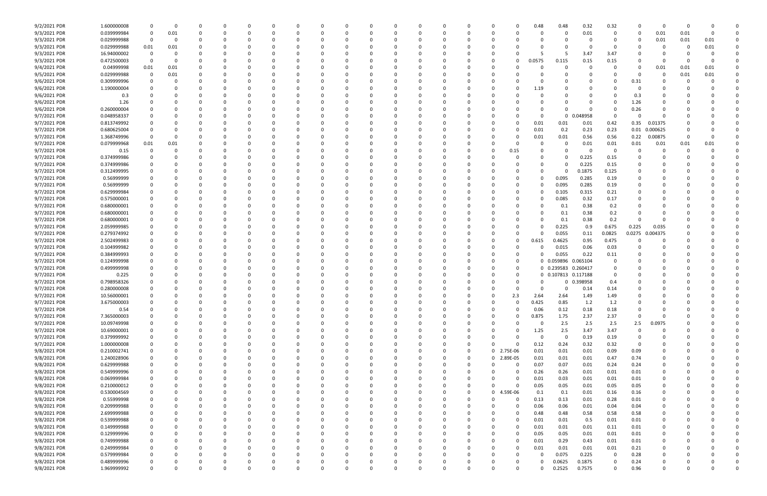| | | | | | | | | | | | | | | | | | | | | | | | | | | |
|---|---|---|---|---|---|---|---|---|---|---|---|---|---|---|---|---|---|---|---|---|---|---|---|---|---|---|
| 9/2/2021 PDR | 1.600000008 | 0 | 0 | 0 | 0 | 0 | 0 | 0 | 0 | 0 | 0 | 0 | 0 | 0 | 0 | 0 | 0 | 0.48 | 0.48 | 0.32 | 0.32 | 0 | 0 | 0 | 0 | 0 |
| 9/3/2021 PDR | 0.039999984 | 0 | 0.01 | 0 | 0 | 0 | 0 | 0 | 0 | 0 | 0 | 0 | 0 | 0 | 0 | 0 | 0 | 0 | 0 | 0.01 | 0 | 0 | 0.01 | 0.01 | 0 | 0 |
| 9/3/2021 PDR | 0.029999988 | 0 | 0 | 0 | 0 | 0 | 0 | 0 | 0 | 0 | 0 | 0 | 0 | 0 | 0 | 0 | 0 | 0 | 0 | 0 | 0 | 0 | 0.01 | 0.01 | 0.01 | 0 |
| 9/3/2021 PDR | 0.029999988 | 0.01 | 0.01 | 0 | 0 | 0 | 0 | 0 | 0 | 0 | 0 | 0 | 0 | 0 | 0 | 0 | 0 | 0 | 0 | 0 | 0 | 0 | 0 | 0 | 0.01 | 0 |
| 9/3/2021 PDR | 16.94000002 | 0 | 0 | 0 | 0 | 0 | 0 | 0 | 0 | 0 | 0 | 0 | 0 | 0 | 0 | 0 | 0 | 5 | 5 | 3.47 | 3.47 | 0 | 0 | 0 | 0 | 0 |
| 9/3/2021 PDR | 0.472500003 | 0 | 0 | 0 | 0 | 0 | 0 | 0 | 0 | 0 | 0 | 0 | 0 | 0 | 0 | 0 | 0 | 0.0575 | 0.115 | 0.15 | 0.15 | 0 | 0 | 0 | 0 | 0 |
| 9/4/2021 PDR | 0.04999998 | 0.01 | 0.01 | 0 | 0 | 0 | 0 | 0 | 0 | 0 | 0 | 0 | 0 | 0 | 0 | 0 | 0 | 0 | 0 | 0 | 0 | 0 | 0.01 | 0.01 | 0.01 | 0 |
| 9/5/2021 PDR | 0.029999988 | 0 | 0.01 | 0 | 0 | 0 | 0 | 0 | 0 | 0 | 0 | 0 | 0 | 0 | 0 | 0 | 0 | 0 | 0 | 0 | 0 | 0 | 0 | 0.01 | 0.01 | 0 |
| 9/6/2021 PDR | 0.309999996 | 0 | 0 | 0 | 0 | 0 | 0 | 0 | 0 | 0 | 0 | 0 | 0 | 0 | 0 | 0 | 0 | 0 | 0 | 0 | 0 | 0.31 | 0 | 0 | 0 | 0 |
| 9/6/2021 PDR | 1.190000004 | 0 | 0 | 0 | 0 | 0 | 0 | 0 | 0 | 0 | 0 | 0 | 0 | 0 | 0 | 0 | 0 | 1.19 | 0 | 0 | 0 | 0 | 0 | 0 | 0 | 0 |
| 9/6/2021 PDR | 0.3 | 0 | 0 | 0 | 0 | 0 | 0 | 0 | 0 | 0 | 0 | 0 | 0 | 0 | 0 | 0 | 0 | 0 | 0 | 0 | 0 | 0.3 | 0 | 0 | 0 | 0 |
| 9/6/2021 PDR | 1.26 | 0 | 0 | 0 | 0 | 0 | 0 | 0 | 0 | 0 | 0 | 0 | 0 | 0 | 0 | 0 | 0 | 0 | 0 | 0 | 0 | 1.26 | 0 | 0 | 0 | 0 |
| 9/6/2021 PDR | 0.260000004 | 0 | 0 | 0 | 0 | 0 | 0 | 0 | 0 | 0 | 0 | 0 | 0 | 0 | 0 | 0 | 0 | 0 | 0 | 0 | 0 | 0.26 | 0 | 0 | 0 | 0 |
| 9/7/2021 PDR | 0.048958337 | 0 | 0 | 0 | 0 | 0 | 0 | 0 | 0 | 0 | 0 | 0 | 0 | 0 | 0 | 0 | 0 | 0 | 0 | 0.048958 | 0 | 0 | 0 | 0 | 0 | 0 |
| 9/7/2021 PDR | 0.813749992 | 0 | 0 | 0 | 0 | 0 | 0 | 0 | 0 | 0 | 0 | 0 | 0 | 0 | 0 | 0 | 0 | 0.01 | 0.01 | 0.01 | 0.42 | 0.35 | 0.01375 | 0 | 0 | 0 |
| 9/7/2021 PDR | 0.680625004 | 0 | 0 | 0 | 0 | 0 | 0 | 0 | 0 | 0 | 0 | 0 | 0 | 0 | 0 | 0 | 0 | 0.01 | 0.2 | 0.23 | 0.23 | 0.01 | 0.000625 | 0 | 0 | 0 |
| 9/7/2021 PDR | 1.368749996 | 0 | 0 | 0 | 0 | 0 | 0 | 0 | 0 | 0 | 0 | 0 | 0 | 0 | 0 | 0 | 0 | 0.01 | 0.01 | 0.56 | 0.56 | 0.22 | 0.00875 | 0 | 0 | 0 |
| 9/7/2021 PDR | 0.079999968 | 0.01 | 0.01 | 0 | 0 | 0 | 0 | 0 | 0 | 0 | 0 | 0 | 0 | 0 | 0 | 0 | 0 | 0 | 0 | 0.01 | 0.01 | 0.01 | 0.01 | 0.01 | 0.01 | 0 |
| 9/7/2021 PDR | 0.15 | 0 | 0 | 0 | 0 | 0 | 0 | 0 | 0 | 0 | 0 | 0 | 0 | 0 | 0 | 0 | 0.15 | 0 | 0 | 0 | 0 | 0 | 0 | 0 | 0 | 0 |
| 9/7/2021 PDR | 0.374999986 | 0 | 0 | 0 | 0 | 0 | 0 | 0 | 0 | 0 | 0 | 0 | 0 | 0 | 0 | 0 | 0 | 0 | 0 | 0.225 | 0.15 | 0 | 0 | 0 | 0 | 0 |
| 9/7/2021 PDR | 0.374999986 | 0 | 0 | 0 | 0 | 0 | 0 | 0 | 0 | 0 | 0 | 0 | 0 | 0 | 0 | 0 | 0 | 0 | 0 | 0.225 | 0.15 | 0 | 0 | 0 | 0 | 0 |
| 9/7/2021 PDR | 0.312499995 | 0 | 0 | 0 | 0 | 0 | 0 | 0 | 0 | 0 | 0 | 0 | 0 | 0 | 0 | 0 | 0 | 0 | 0 | 0.1875 | 0.125 | 0 | 0 | 0 | 0 | 0 |
| 9/7/2021 PDR | 0.56999999 | 0 | 0 | 0 | 0 | 0 | 0 | 0 | 0 | 0 | 0 | 0 | 0 | 0 | 0 | 0 | 0 | 0 | 0.095 | 0.285 | 0.19 | 0 | 0 | 0 | 0 | 0 |
| 9/7/2021 PDR | 0.56999999 | 0 | 0 | 0 | 0 | 0 | 0 | 0 | 0 | 0 | 0 | 0 | 0 | 0 | 0 | 0 | 0 | 0 | 0.095 | 0.285 | 0.19 | 0 | 0 | 0 | 0 | 0 |
| 9/7/2021 PDR | 0.629999984 | 0 | 0 | 0 | 0 | 0 | 0 | 0 | 0 | 0 | 0 | 0 | 0 | 0 | 0 | 0 | 0 | 0 | 0.105 | 0.315 | 0.21 | 0 | 0 | 0 | 0 | 0 |
| 9/7/2021 PDR | 0.575000001 | 0 | 0 | 0 | 0 | 0 | 0 | 0 | 0 | 0 | 0 | 0 | 0 | 0 | 0 | 0 | 0 | 0 | 0.085 | 0.32 | 0.17 | 0 | 0 | 0 | 0 | 0 |
| 9/7/2021 PDR | 0.680000001 | 0 | 0 | 0 | 0 | 0 | 0 | 0 | 0 | 0 | 0 | 0 | 0 | 0 | 0 | 0 | 0 | 0 | 0.1 | 0.38 | 0.2 | 0 | 0 | 0 | 0 | 0 |
| 9/7/2021 PDR | 0.680000001 | 0 | 0 | 0 | 0 | 0 | 0 | 0 | 0 | 0 | 0 | 0 | 0 | 0 | 0 | 0 | 0 | 0 | 0.1 | 0.38 | 0.2 | 0 | 0 | 0 | 0 | 0 |
| 9/7/2021 PDR | 0.680000001 | 0 | 0 | 0 | 0 | 0 | 0 | 0 | 0 | 0 | 0 | 0 | 0 | 0 | 0 | 0 | 0 | 0 | 0.1 | 0.38 | 0.2 | 0 | 0 | 0 | 0 | 0 |
| 9/7/2021 PDR | 2.059999985 | 0 | 0 | 0 | 0 | 0 | 0 | 0 | 0 | 0 | 0 | 0 | 0 | 0 | 0 | 0 | 0 | 0 | 0.225 | 0.9 | 0.675 | 0.225 | 0.035 | 0 | 0 | 0 |
| 9/7/2021 PDR | 0.279374992 | 0 | 0 | 0 | 0 | 0 | 0 | 0 | 0 | 0 | 0 | 0 | 0 | 0 | 0 | 0 | 0 | 0 | 0.055 | 0.11 | 0.0825 | 0.0275 | 0.004375 | 0 | 0 | 0 |
| 9/7/2021 PDR | 2.502499983 | 0 | 0 | 0 | 0 | 0 | 0 | 0 | 0 | 0 | 0 | 0 | 0 | 0 | 0 | 0 | 0 | 0.615 | 0.4625 | 0.95 | 0.475 | 0 | 0 | 0 | 0 | 0 |
| 9/7/2021 PDR | 0.104999982 | 0 | 0 | 0 | 0 | 0 | 0 | 0 | 0 | 0 | 0 | 0 | 0 | 0 | 0 | 0 | 0 | 0 | 0.015 | 0.06 | 0.03 | 0 | 0 | 0 | 0 | 0 |
| 9/7/2021 PDR | 0.384999993 | 0 | 0 | 0 | 0 | 0 | 0 | 0 | 0 | 0 | 0 | 0 | 0 | 0 | 0 | 0 | 0 | 0 | 0.055 | 0.22 | 0.11 | 0 | 0 | 0 | 0 | 0 |
| 9/7/2021 PDR | 0.124999998 | 0 | 0 | 0 | 0 | 0 | 0 | 0 | 0 | 0 | 0 | 0 | 0 | 0 | 0 | 0 | 0 | 0 | 0.059896 | 0.065104 | 0 | 0 | 0 | 0 | 0 | 0 |
| 9/7/2021 PDR | 0.499999998 | 0 | 0 | 0 | 0 | 0 | 0 | 0 | 0 | 0 | 0 | 0 | 0 | 0 | 0 | 0 | 0 | 0 | 0.239583 | 0.260417 | 0 | 0 | 0 | 0 | 0 | 0 |
| 9/7/2021 PDR | 0.225 | 0 | 0 | 0 | 0 | 0 | 0 | 0 | 0 | 0 | 0 | 0 | 0 | 0 | 0 | 0 | 0 | 0 | 0.107813 | 0.117188 | 0 | 0 | 0 | 0 | 0 | 0 |
| 9/7/2021 PDR | 0.798958326 | 0 | 0 | 0 | 0 | 0 | 0 | 0 | 0 | 0 | 0 | 0 | 0 | 0 | 0 | 0 | 0 | 0 | 0 | 0.398958 | 0.4 | 0 | 0 | 0 | 0 | 0 |
| 9/7/2021 PDR | 0.280000008 | 0 | 0 | 0 | 0 | 0 | 0 | 0 | 0 | 0 | 0 | 0 | 0 | 0 | 0 | 0 | 0 | 0 | 0 | 0.14 | 0.14 | 0 | 0 | 0 | 0 | 0 |
| 9/7/2021 PDR | 10.56000001 | 0 | 0 | 0 | 0 | 0 | 0 | 0 | 0 | 0 | 0 | 0 | 0 | 0 | 0 | 0 | 2.3 | 2.64 | 2.64 | 1.49 | 1.49 | 0 | 0 | 0 | 0 | 0 |
| 9/7/2021 PDR | 3.675000003 | 0 | 0 | 0 | 0 | 0 | 0 | 0 | 0 | 0 | 0 | 0 | 0 | 0 | 0 | 0 | 0 | 0.425 | 0.85 | 1.2 | 1.2 | 0 | 0 | 0 | 0 | 0 |
| 9/7/2021 PDR | 0.54 | 0 | 0 | 0 | 0 | 0 | 0 | 0 | 0 | 0 | 0 | 0 | 0 | 0 | 0 | 0 | 0 | 0.06 | 0.12 | 0.18 | 0.18 | 0 | 0 | 0 | 0 | 0 |
| 9/7/2021 PDR | 7.365000003 | 0 | 0 | 0 | 0 | 0 | 0 | 0 | 0 | 0 | 0 | 0 | 0 | 0 | 0 | 0 | 0 | 0.875 | 1.75 | 2.37 | 2.37 | 0 | 0 | 0 | 0 | 0 |
| 9/7/2021 PDR | 10.09749998 | 0 | 0 | 0 | 0 | 0 | 0 | 0 | 0 | 0 | 0 | 0 | 0 | 0 | 0 | 0 | 0 | 0 | 2.5 | 2.5 | 2.5 | 2.5 | 0.0975 | 0 | 0 | 0 |
| 9/7/2021 PDR | 10.69000001 | 0 | 0 | 0 | 0 | 0 | 0 | 0 | 0 | 0 | 0 | 0 | 0 | 0 | 0 | 0 | 0 | 1.25 | 2.5 | 3.47 | 3.47 | 0 | 0 | 0 | 0 | 0 |
| 9/7/2021 PDR | 0.379999992 | 0 | 0 | 0 | 0 | 0 | 0 | 0 | 0 | 0 | 0 | 0 | 0 | 0 | 0 | 0 | 0 | 0 | 0 | 0.19 | 0.19 | 0 | 0 | 0 | 0 | 0 |
| 9/7/2021 PDR | 1.000000008 | 0 | 0 | 0 | 0 | 0 | 0 | 0 | 0 | 0 | 0 | 0 | 0 | 0 | 0 | 0 | 0 | 0.12 | 0.24 | 0.32 | 0.32 | 0 | 0 | 0 | 0 | 0 |
| 9/8/2021 PDR | 0.210002741 | 0 | 0 | 0 | 0 | 0 | 0 | 0 | 0 | 0 | 0 | 0 | 0 | 0 | 0 | 0 | 2.75E-06 | 0.01 | 0.01 | 0.01 | 0.09 | 0.09 | 0 | 0 | 0 | 0 |
| 9/8/2021 PDR | 1.240028906 | 0 | 0 | 0 | 0 | 0 | 0 | 0 | 0 | 0 | 0 | 0 | 0 | 0 | 0 | 0 | 2.89E-05 | 0.01 | 0.01 | 0.01 | 0.47 | 0.74 | 0 | 0 | 0 | 0 |
| 9/8/2021 PDR | 0.629999988 | 0 | 0 | 0 | 0 | 0 | 0 | 0 | 0 | 0 | 0 | 0 | 0 | 0 | 0 | 0 | 0 | 0.07 | 0.07 | 0.01 | 0.24 | 0.24 | 0 | 0 | 0 | 0 |
| 9/8/2021 PDR | 0.549999996 | 0 | 0 | 0 | 0 | 0 | 0 | 0 | 0 | 0 | 0 | 0 | 0 | 0 | 0 | 0 | 0 | 0.26 | 0.26 | 0.01 | 0.01 | 0.01 | 0 | 0 | 0 | 0 |
| 9/8/2021 PDR | 0.069999984 | 0 | 0 | 0 | 0 | 0 | 0 | 0 | 0 | 0 | 0 | 0 | 0 | 0 | 0 | 0 | 0 | 0.01 | 0.03 | 0.01 | 0.01 | 0.01 | 0 | 0 | 0 | 0 |
| 9/8/2021 PDR | 0.210000012 | 0 | 0 | 0 | 0 | 0 | 0 | 0 | 0 | 0 | 0 | 0 | 0 | 0 | 0 | 0 | 0 | 0.05 | 0.05 | 0.01 | 0.05 | 0.05 | 0 | 0 | 0 | 0 |
| 9/8/2021 PDR | 0.530004569 | 0 | 0 | 0 | 0 | 0 | 0 | 0 | 0 | 0 | 0 | 0 | 0 | 0 | 0 | 0 | 4.59E-06 | 0.1 | 0.1 | 0.01 | 0.16 | 0.16 | 0 | 0 | 0 | 0 |
| 9/8/2021 PDR | 0.55999998 | 0 | 0 | 0 | 0 | 0 | 0 | 0 | 0 | 0 | 0 | 0 | 0 | 0 | 0 | 0 | 0 | 0.13 | 0.13 | 0.01 | 0.28 | 0.01 | 0 | 0 | 0 | 0 |
| 9/8/2021 PDR | 0.209999988 | 0 | 0 | 0 | 0 | 0 | 0 | 0 | 0 | 0 | 0 | 0 | 0 | 0 | 0 | 0 | 0 | 0.06 | 0.06 | 0.01 | 0.04 | 0.04 | 0 | 0 | 0 | 0 |
| 9/8/2021 PDR | 2.699999988 | 0 | 0 | 0 | 0 | 0 | 0 | 0 | 0 | 0 | 0 | 0 | 0 | 0 | 0 | 0 | 0 | 0.48 | 0.48 | 0.58 | 0.58 | 0.58 | 0 | 0 | 0 | 0 |
| 9/8/2021 PDR | 0.539999988 | 0 | 0 | 0 | 0 | 0 | 0 | 0 | 0 | 0 | 0 | 0 | 0 | 0 | 0 | 0 | 0 | 0.01 | 0.01 | 0.5 | 0.01 | 0.01 | 0 | 0 | 0 | 0 |
| 9/8/2021 PDR | 0.149999988 | 0 | 0 | 0 | 0 | 0 | 0 | 0 | 0 | 0 | 0 | 0 | 0 | 0 | 0 | 0 | 0 | 0.01 | 0.01 | 0.01 | 0.11 | 0.01 | 0 | 0 | 0 | 0 |
| 9/8/2021 PDR | 0.129999996 | 0 | 0 | 0 | 0 | 0 | 0 | 0 | 0 | 0 | 0 | 0 | 0 | 0 | 0 | 0 | 0 | 0.05 | 0.05 | 0.01 | 0.01 | 0.01 | 0 | 0 | 0 | 0 |
| 9/8/2021 PDR | 0.749999988 | 0 | 0 | 0 | 0 | 0 | 0 | 0 | 0 | 0 | 0 | 0 | 0 | 0 | 0 | 0 | 0 | 0.01 | 0.29 | 0.43 | 0.01 | 0.01 | 0 | 0 | 0 | 0 |
| 9/8/2021 PDR | 0.249999984 | 0 | 0 | 0 | 0 | 0 | 0 | 0 | 0 | 0 | 0 | 0 | 0 | 0 | 0 | 0 | 0 | 0.01 | 0.01 | 0.01 | 0.01 | 0.21 | 0 | 0 | 0 | 0 |
| 9/8/2021 PDR | 0.579999984 | 0 | 0 | 0 | 0 | 0 | 0 | 0 | 0 | 0 | 0 | 0 | 0 | 0 | 0 | 0 | 0 | 0 | 0.075 | 0.225 | 0 | 0.28 | 0 | 0 | 0 | 0 |
| 9/8/2021 PDR | 0.489999996 | 0 | 0 | 0 | 0 | 0 | 0 | 0 | 0 | 0 | 0 | 0 | 0 | 0 | 0 | 0 | 0 | 0 | 0.0625 | 0.1875 | 0 | 0.24 | 0 | 0 | 0 | 0 |
| 9/8/2021 PDR | 1.969999992 | 0 | 0 | 0 | 0 | 0 | 0 | 0 | 0 | 0 | 0 | 0 | 0 | 0 | 0 | 0 | 0 | 0 | 0.2525 | 0.7575 | 0 | 0.96 | 0 | 0 | 0 | 0 |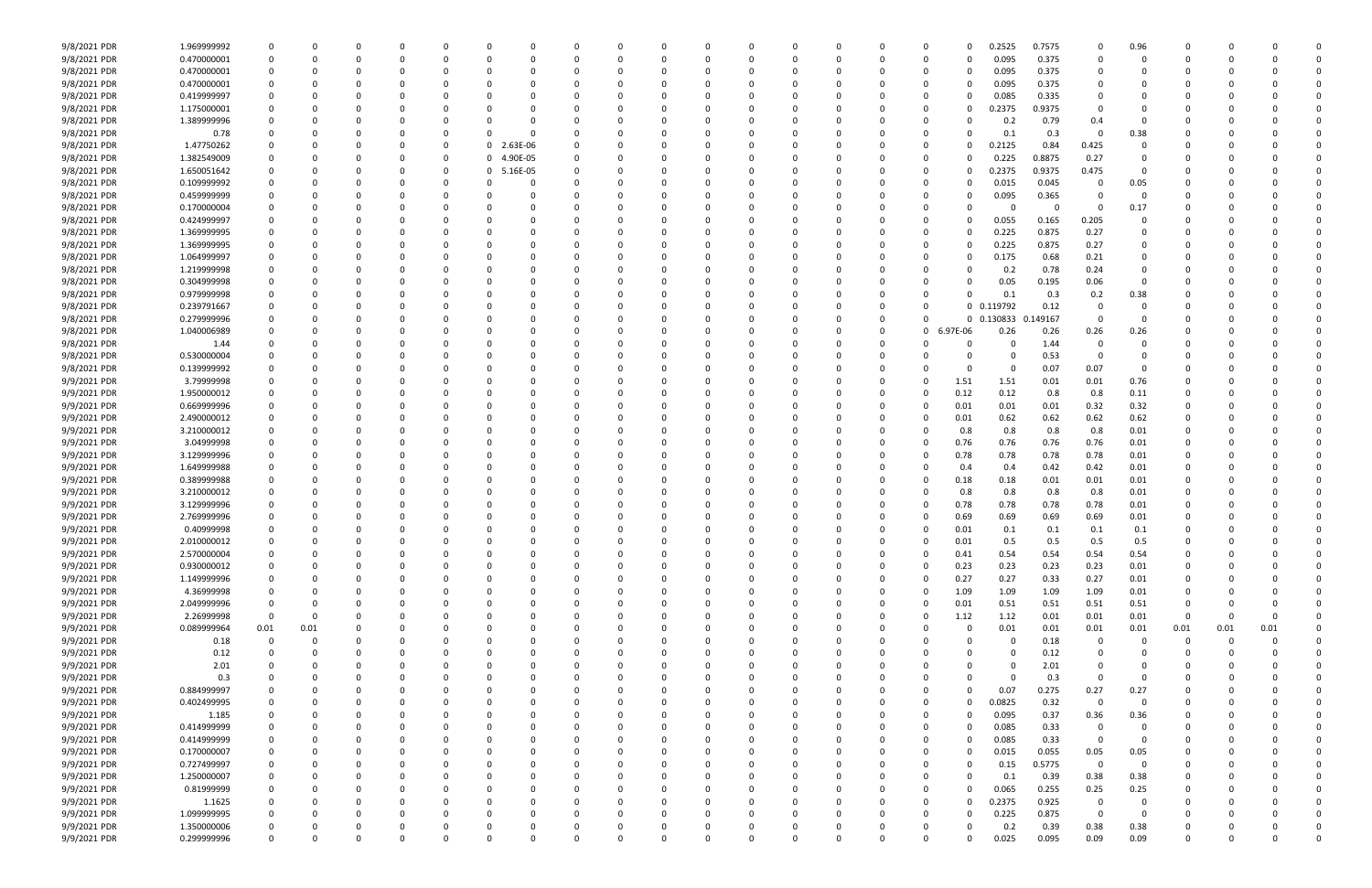| | | | | | | | | | | | | | | | | | | | | | | | | | | | |
|---|---|---|---|---|---|---|---|---|---|---|---|---|---|---|---|---|---|---|---|---|---|---|---|---|---|---|---|
| 9/8/2021 PDR | 1.969999992 | 0 | 0 | 0 | 0 | 0 | 0 | 0 | 0 | 0 | 0 | 0 | 0 | 0 | 0 | 0 | 0 | 0 | 0.2525 | 0.7575 | 0 | 0.96 | 0 | 0 | 0 | 0 | 0 |
| 9/8/2021 PDR | 0.470000001 | 0 | 0 | 0 | 0 | 0 | 0 | 0 | 0 | 0 | 0 | 0 | 0 | 0 | 0 | 0 | 0 | 0 | 0.095 | 0.375 | 0 | 0 | 0 | 0 | 0 | 0 | 0 |
| 9/8/2021 PDR | 0.470000001 | 0 | 0 | 0 | 0 | 0 | 0 | 0 | 0 | 0 | 0 | 0 | 0 | 0 | 0 | 0 | 0 | 0 | 0.095 | 0.375 | 0 | 0 | 0 | 0 | 0 | 0 | 0 |
| 9/8/2021 PDR | 0.470000001 | 0 | 0 | 0 | 0 | 0 | 0 | 0 | 0 | 0 | 0 | 0 | 0 | 0 | 0 | 0 | 0 | 0 | 0.095 | 0.375 | 0 | 0 | 0 | 0 | 0 | 0 | 0 |
| 9/8/2021 PDR | 0.419999997 | 0 | 0 | 0 | 0 | 0 | 0 | 0 | 0 | 0 | 0 | 0 | 0 | 0 | 0 | 0 | 0 | 0 | 0.085 | 0.335 | 0 | 0 | 0 | 0 | 0 | 0 | 0 |
| 9/8/2021 PDR | 1.175000001 | 0 | 0 | 0 | 0 | 0 | 0 | 0 | 0 | 0 | 0 | 0 | 0 | 0 | 0 | 0 | 0 | 0 | 0.2375 | 0.9375 | 0 | 0 | 0 | 0 | 0 | 0 | 0 |
| 9/8/2021 PDR | 1.389999996 | 0 | 0 | 0 | 0 | 0 | 0 | 0 | 0 | 0 | 0 | 0 | 0 | 0 | 0 | 0 | 0 | 0 | 0.2 | 0.79 | 0.4 | 0 | 0 | 0 | 0 | 0 | 0 |
| 9/8/2021 PDR | 0.78 | 0 | 0 | 0 | 0 | 0 | 0 | 0 | 0 | 0 | 0 | 0 | 0 | 0 | 0 | 0 | 0 | 0 | 0.1 | 0.3 | 0 | 0.38 | 0 | 0 | 0 | 0 | 0 |
| 9/8/2021 PDR | 1.47750262 | 0 | 0 | 0 | 0 | 0 | 2.63E-06 | 0 | 0 | 0 | 0 | 0 | 0 | 0 | 0 | 0 | 0 | 0 | 0.2125 | 0.84 | 0.425 | 0 | 0 | 0 | 0 | 0 | 0 |
| 9/8/2021 PDR | 1.382549009 | 0 | 0 | 0 | 0 | 0 | 4.90E-05 | 0 | 0 | 0 | 0 | 0 | 0 | 0 | 0 | 0 | 0 | 0 | 0.225 | 0.8875 | 0.27 | 0 | 0 | 0 | 0 | 0 | 0 |
| 9/8/2021 PDR | 1.650051642 | 0 | 0 | 0 | 0 | 0 | 5.16E-05 | 0 | 0 | 0 | 0 | 0 | 0 | 0 | 0 | 0 | 0 | 0 | 0.2375 | 0.9375 | 0.475 | 0 | 0 | 0 | 0 | 0 | 0 |
| 9/8/2021 PDR | 0.109999992 | 0 | 0 | 0 | 0 | 0 | 0 | 0 | 0 | 0 | 0 | 0 | 0 | 0 | 0 | 0 | 0 | 0 | 0.015 | 0.045 | 0 | 0.05 | 0 | 0 | 0 | 0 | 0 |
| 9/8/2021 PDR | 0.459999999 | 0 | 0 | 0 | 0 | 0 | 0 | 0 | 0 | 0 | 0 | 0 | 0 | 0 | 0 | 0 | 0 | 0 | 0.095 | 0.365 | 0 | 0 | 0 | 0 | 0 | 0 | 0 |
| 9/8/2021 PDR | 0.170000004 | 0 | 0 | 0 | 0 | 0 | 0 | 0 | 0 | 0 | 0 | 0 | 0 | 0 | 0 | 0 | 0 | 0 | 0 | 0 | 0 | 0.17 | 0 | 0 | 0 | 0 | 0 |
| 9/8/2021 PDR | 0.424999997 | 0 | 0 | 0 | 0 | 0 | 0 | 0 | 0 | 0 | 0 | 0 | 0 | 0 | 0 | 0 | 0 | 0 | 0.055 | 0.165 | 0.205 | 0 | 0 | 0 | 0 | 0 | 0 |
| 9/8/2021 PDR | 1.369999995 | 0 | 0 | 0 | 0 | 0 | 0 | 0 | 0 | 0 | 0 | 0 | 0 | 0 | 0 | 0 | 0 | 0 | 0.225 | 0.875 | 0.27 | 0 | 0 | 0 | 0 | 0 | 0 |
| 9/8/2021 PDR | 1.369999995 | 0 | 0 | 0 | 0 | 0 | 0 | 0 | 0 | 0 | 0 | 0 | 0 | 0 | 0 | 0 | 0 | 0 | 0.225 | 0.875 | 0.27 | 0 | 0 | 0 | 0 | 0 | 0 |
| 9/8/2021 PDR | 1.064999997 | 0 | 0 | 0 | 0 | 0 | 0 | 0 | 0 | 0 | 0 | 0 | 0 | 0 | 0 | 0 | 0 | 0 | 0.175 | 0.68 | 0.21 | 0 | 0 | 0 | 0 | 0 | 0 |
| 9/8/2021 PDR | 1.219999998 | 0 | 0 | 0 | 0 | 0 | 0 | 0 | 0 | 0 | 0 | 0 | 0 | 0 | 0 | 0 | 0 | 0 | 0.2 | 0.78 | 0.24 | 0 | 0 | 0 | 0 | 0 | 0 |
| 9/8/2021 PDR | 0.304999998 | 0 | 0 | 0 | 0 | 0 | 0 | 0 | 0 | 0 | 0 | 0 | 0 | 0 | 0 | 0 | 0 | 0 | 0.05 | 0.195 | 0.06 | 0 | 0 | 0 | 0 | 0 | 0 |
| 9/8/2021 PDR | 0.979999998 | 0 | 0 | 0 | 0 | 0 | 0 | 0 | 0 | 0 | 0 | 0 | 0 | 0 | 0 | 0 | 0 | 0 | 0.1 | 0.3 | 0.2 | 0.38 | 0 | 0 | 0 | 0 | 0 |
| 9/8/2021 PDR | 0.239791667 | 0 | 0 | 0 | 0 | 0 | 0 | 0 | 0 | 0 | 0 | 0 | 0 | 0 | 0 | 0 | 0 | 0 | 0.119792 | 0.12 | 0 | 0 | 0 | 0 | 0 | 0 | 0 |
| 9/8/2021 PDR | 0.279999996 | 0 | 0 | 0 | 0 | 0 | 0 | 0 | 0 | 0 | 0 | 0 | 0 | 0 | 0 | 0 | 0 | 0 | 0.130833 | 0.149167 | 0 | 0 | 0 | 0 | 0 | 0 | 0 |
| 9/8/2021 PDR | 1.040006989 | 0 | 0 | 0 | 0 | 0 | 0 | 0 | 0 | 0 | 0 | 0 | 0 | 0 | 0 | 0 | 0 | 6.97E-06 | 0.26 | 0.26 | 0.26 | 0.26 | 0 | 0 | 0 | 0 | 0 |
| 9/8/2021 PDR | 1.44 | 0 | 0 | 0 | 0 | 0 | 0 | 0 | 0 | 0 | 0 | 0 | 0 | 0 | 0 | 0 | 0 | 0 | 0 | 1.44 | 0 | 0 | 0 | 0 | 0 | 0 | 0 |
| 9/8/2021 PDR | 0.530000004 | 0 | 0 | 0 | 0 | 0 | 0 | 0 | 0 | 0 | 0 | 0 | 0 | 0 | 0 | 0 | 0 | 0 | 0 | 0.53 | 0 | 0 | 0 | 0 | 0 | 0 | 0 |
| 9/8/2021 PDR | 0.139999992 | 0 | 0 | 0 | 0 | 0 | 0 | 0 | 0 | 0 | 0 | 0 | 0 | 0 | 0 | 0 | 0 | 0 | 0 | 0.07 | 0.07 | 0 | 0 | 0 | 0 | 0 | 0 |
| 9/9/2021 PDR | 3.79999998 | 0 | 0 | 0 | 0 | 0 | 0 | 0 | 0 | 0 | 0 | 0 | 0 | 0 | 0 | 0 | 0 | 1.51 | 1.51 | 0.01 | 0.01 | 0.76 | 0 | 0 | 0 | 0 | 0 |
| 9/9/2021 PDR | 1.950000012 | 0 | 0 | 0 | 0 | 0 | 0 | 0 | 0 | 0 | 0 | 0 | 0 | 0 | 0 | 0 | 0 | 0.12 | 0.12 | 0.8 | 0.8 | 0.11 | 0 | 0 | 0 | 0 | 0 |
| 9/9/2021 PDR | 0.669999996 | 0 | 0 | 0 | 0 | 0 | 0 | 0 | 0 | 0 | 0 | 0 | 0 | 0 | 0 | 0 | 0 | 0.01 | 0.01 | 0.01 | 0.32 | 0.32 | 0 | 0 | 0 | 0 | 0 |
| 9/9/2021 PDR | 2.490000012 | 0 | 0 | 0 | 0 | 0 | 0 | 0 | 0 | 0 | 0 | 0 | 0 | 0 | 0 | 0 | 0 | 0.01 | 0.62 | 0.62 | 0.62 | 0.62 | 0 | 0 | 0 | 0 | 0 |
| 9/9/2021 PDR | 3.210000012 | 0 | 0 | 0 | 0 | 0 | 0 | 0 | 0 | 0 | 0 | 0 | 0 | 0 | 0 | 0 | 0 | 0.8 | 0.8 | 0.8 | 0.8 | 0.01 | 0 | 0 | 0 | 0 | 0 |
| 9/9/2021 PDR | 3.04999998 | 0 | 0 | 0 | 0 | 0 | 0 | 0 | 0 | 0 | 0 | 0 | 0 | 0 | 0 | 0 | 0 | 0.76 | 0.76 | 0.76 | 0.76 | 0.01 | 0 | 0 | 0 | 0 | 0 |
| 9/9/2021 PDR | 3.129999996 | 0 | 0 | 0 | 0 | 0 | 0 | 0 | 0 | 0 | 0 | 0 | 0 | 0 | 0 | 0 | 0 | 0.78 | 0.78 | 0.78 | 0.78 | 0.01 | 0 | 0 | 0 | 0 | 0 |
| 9/9/2021 PDR | 1.649999988 | 0 | 0 | 0 | 0 | 0 | 0 | 0 | 0 | 0 | 0 | 0 | 0 | 0 | 0 | 0 | 0 | 0.4 | 0.4 | 0.42 | 0.42 | 0.01 | 0 | 0 | 0 | 0 | 0 |
| 9/9/2021 PDR | 0.389999988 | 0 | 0 | 0 | 0 | 0 | 0 | 0 | 0 | 0 | 0 | 0 | 0 | 0 | 0 | 0 | 0 | 0.18 | 0.18 | 0.01 | 0.01 | 0.01 | 0 | 0 | 0 | 0 | 0 |
| 9/9/2021 PDR | 3.210000012 | 0 | 0 | 0 | 0 | 0 | 0 | 0 | 0 | 0 | 0 | 0 | 0 | 0 | 0 | 0 | 0 | 0.8 | 0.8 | 0.8 | 0.8 | 0.01 | 0 | 0 | 0 | 0 | 0 |
| 9/9/2021 PDR | 3.129999996 | 0 | 0 | 0 | 0 | 0 | 0 | 0 | 0 | 0 | 0 | 0 | 0 | 0 | 0 | 0 | 0 | 0.78 | 0.78 | 0.78 | 0.78 | 0.01 | 0 | 0 | 0 | 0 | 0 |
| 9/9/2021 PDR | 2.769999996 | 0 | 0 | 0 | 0 | 0 | 0 | 0 | 0 | 0 | 0 | 0 | 0 | 0 | 0 | 0 | 0 | 0.69 | 0.69 | 0.69 | 0.69 | 0.01 | 0 | 0 | 0 | 0 | 0 |
| 9/9/2021 PDR | 0.40999998 | 0 | 0 | 0 | 0 | 0 | 0 | 0 | 0 | 0 | 0 | 0 | 0 | 0 | 0 | 0 | 0 | 0.01 | 0.1 | 0.1 | 0.1 | 0.1 | 0 | 0 | 0 | 0 | 0 |
| 9/9/2021 PDR | 2.010000012 | 0 | 0 | 0 | 0 | 0 | 0 | 0 | 0 | 0 | 0 | 0 | 0 | 0 | 0 | 0 | 0 | 0.01 | 0.5 | 0.5 | 0.5 | 0.5 | 0 | 0 | 0 | 0 | 0 |
| 9/9/2021 PDR | 2.570000004 | 0 | 0 | 0 | 0 | 0 | 0 | 0 | 0 | 0 | 0 | 0 | 0 | 0 | 0 | 0 | 0 | 0.41 | 0.54 | 0.54 | 0.54 | 0.54 | 0 | 0 | 0 | 0 | 0 |
| 9/9/2021 PDR | 0.930000012 | 0 | 0 | 0 | 0 | 0 | 0 | 0 | 0 | 0 | 0 | 0 | 0 | 0 | 0 | 0 | 0 | 0.23 | 0.23 | 0.23 | 0.23 | 0.01 | 0 | 0 | 0 | 0 | 0 |
| 9/9/2021 PDR | 1.149999996 | 0 | 0 | 0 | 0 | 0 | 0 | 0 | 0 | 0 | 0 | 0 | 0 | 0 | 0 | 0 | 0 | 0.27 | 0.27 | 0.33 | 0.27 | 0.01 | 0 | 0 | 0 | 0 | 0 |
| 9/9/2021 PDR | 4.36999998 | 0 | 0 | 0 | 0 | 0 | 0 | 0 | 0 | 0 | 0 | 0 | 0 | 0 | 0 | 0 | 0 | 1.09 | 1.09 | 1.09 | 1.09 | 0.01 | 0 | 0 | 0 | 0 | 0 |
| 9/9/2021 PDR | 2.049999996 | 0 | 0 | 0 | 0 | 0 | 0 | 0 | 0 | 0 | 0 | 0 | 0 | 0 | 0 | 0 | 0 | 0.01 | 0.51 | 0.51 | 0.51 | 0.51 | 0 | 0 | 0 | 0 | 0 |
| 9/9/2021 PDR | 2.26999998 | 0 | 0 | 0 | 0 | 0 | 0 | 0 | 0 | 0 | 0 | 0 | 0 | 0 | 0 | 0 | 0 | 1.12 | 1.12 | 0.01 | 0.01 | 0.01 | 0 | 0 | 0 | 0 | 0 |
| 9/9/2021 PDR | 0.089999964 | 0.01 | 0.01 | 0 | 0 | 0 | 0 | 0 | 0 | 0 | 0 | 0 | 0 | 0 | 0 | 0 | 0 | 0 | 0.01 | 0.01 | 0.01 | 0.01 | 0.01 | 0.01 | 0.01 | 0 | 0 |
| 9/9/2021 PDR | 0.18 | 0 | 0 | 0 | 0 | 0 | 0 | 0 | 0 | 0 | 0 | 0 | 0 | 0 | 0 | 0 | 0 | 0 | 0 | 0.18 | 0 | 0 | 0 | 0 | 0 | 0 | 0 |
| 9/9/2021 PDR | 0.12 | 0 | 0 | 0 | 0 | 0 | 0 | 0 | 0 | 0 | 0 | 0 | 0 | 0 | 0 | 0 | 0 | 0 | 0 | 0.12 | 0 | 0 | 0 | 0 | 0 | 0 | 0 |
| 9/9/2021 PDR | 2.01 | 0 | 0 | 0 | 0 | 0 | 0 | 0 | 0 | 0 | 0 | 0 | 0 | 0 | 0 | 0 | 0 | 0 | 0 | 2.01 | 0 | 0 | 0 | 0 | 0 | 0 | 0 |
| 9/9/2021 PDR | 0.3 | 0 | 0 | 0 | 0 | 0 | 0 | 0 | 0 | 0 | 0 | 0 | 0 | 0 | 0 | 0 | 0 | 0 | 0 | 0.3 | 0 | 0 | 0 | 0 | 0 | 0 | 0 |
| 9/9/2021 PDR | 0.884999997 | 0 | 0 | 0 | 0 | 0 | 0 | 0 | 0 | 0 | 0 | 0 | 0 | 0 | 0 | 0 | 0 | 0 | 0.07 | 0.275 | 0.27 | 0.27 | 0 | 0 | 0 | 0 | 0 |
| 9/9/2021 PDR | 0.402499995 | 0 | 0 | 0 | 0 | 0 | 0 | 0 | 0 | 0 | 0 | 0 | 0 | 0 | 0 | 0 | 0 | 0 | 0.0825 | 0.32 | 0 | 0 | 0 | 0 | 0 | 0 | 0 |
| 9/9/2021 PDR | 1.185 | 0 | 0 | 0 | 0 | 0 | 0 | 0 | 0 | 0 | 0 | 0 | 0 | 0 | 0 | 0 | 0 | 0 | 0.095 | 0.37 | 0.36 | 0.36 | 0 | 0 | 0 | 0 | 0 |
| 9/9/2021 PDR | 0.414999999 | 0 | 0 | 0 | 0 | 0 | 0 | 0 | 0 | 0 | 0 | 0 | 0 | 0 | 0 | 0 | 0 | 0 | 0.085 | 0.33 | 0 | 0 | 0 | 0 | 0 | 0 | 0 |
| 9/9/2021 PDR | 0.414999999 | 0 | 0 | 0 | 0 | 0 | 0 | 0 | 0 | 0 | 0 | 0 | 0 | 0 | 0 | 0 | 0 | 0 | 0.085 | 0.33 | 0 | 0 | 0 | 0 | 0 | 0 | 0 |
| 9/9/2021 PDR | 0.170000007 | 0 | 0 | 0 | 0 | 0 | 0 | 0 | 0 | 0 | 0 | 0 | 0 | 0 | 0 | 0 | 0 | 0 | 0.015 | 0.055 | 0.05 | 0.05 | 0 | 0 | 0 | 0 | 0 |
| 9/9/2021 PDR | 0.727499997 | 0 | 0 | 0 | 0 | 0 | 0 | 0 | 0 | 0 | 0 | 0 | 0 | 0 | 0 | 0 | 0 | 0 | 0.15 | 0.5775 | 0 | 0 | 0 | 0 | 0 | 0 | 0 |
| 9/9/2021 PDR | 1.250000007 | 0 | 0 | 0 | 0 | 0 | 0 | 0 | 0 | 0 | 0 | 0 | 0 | 0 | 0 | 0 | 0 | 0 | 0.1 | 0.39 | 0.38 | 0.38 | 0 | 0 | 0 | 0 | 0 |
| 9/9/2021 PDR | 0.81999999 | 0 | 0 | 0 | 0 | 0 | 0 | 0 | 0 | 0 | 0 | 0 | 0 | 0 | 0 | 0 | 0 | 0 | 0.065 | 0.255 | 0.25 | 0.25 | 0 | 0 | 0 | 0 | 0 |
| 9/9/2021 PDR | 1.1625 | 0 | 0 | 0 | 0 | 0 | 0 | 0 | 0 | 0 | 0 | 0 | 0 | 0 | 0 | 0 | 0 | 0 | 0.2375 | 0.925 | 0 | 0 | 0 | 0 | 0 | 0 | 0 |
| 9/9/2021 PDR | 1.099999995 | 0 | 0 | 0 | 0 | 0 | 0 | 0 | 0 | 0 | 0 | 0 | 0 | 0 | 0 | 0 | 0 | 0 | 0.225 | 0.875 | 0 | 0 | 0 | 0 | 0 | 0 | 0 |
| 9/9/2021 PDR | 1.350000006 | 0 | 0 | 0 | 0 | 0 | 0 | 0 | 0 | 0 | 0 | 0 | 0 | 0 | 0 | 0 | 0 | 0 | 0.2 | 0.39 | 0.38 | 0.38 | 0 | 0 | 0 | 0 | 0 |
| 9/9/2021 PDR | 0.299999996 | 0 | 0 | 0 | 0 | 0 | 0 | 0 | 0 | 0 | 0 | 0 | 0 | 0 | 0 | 0 | 0 | 0 | 0.025 | 0.095 | 0.09 | 0.09 | 0 | 0 | 0 | 0 | 0 |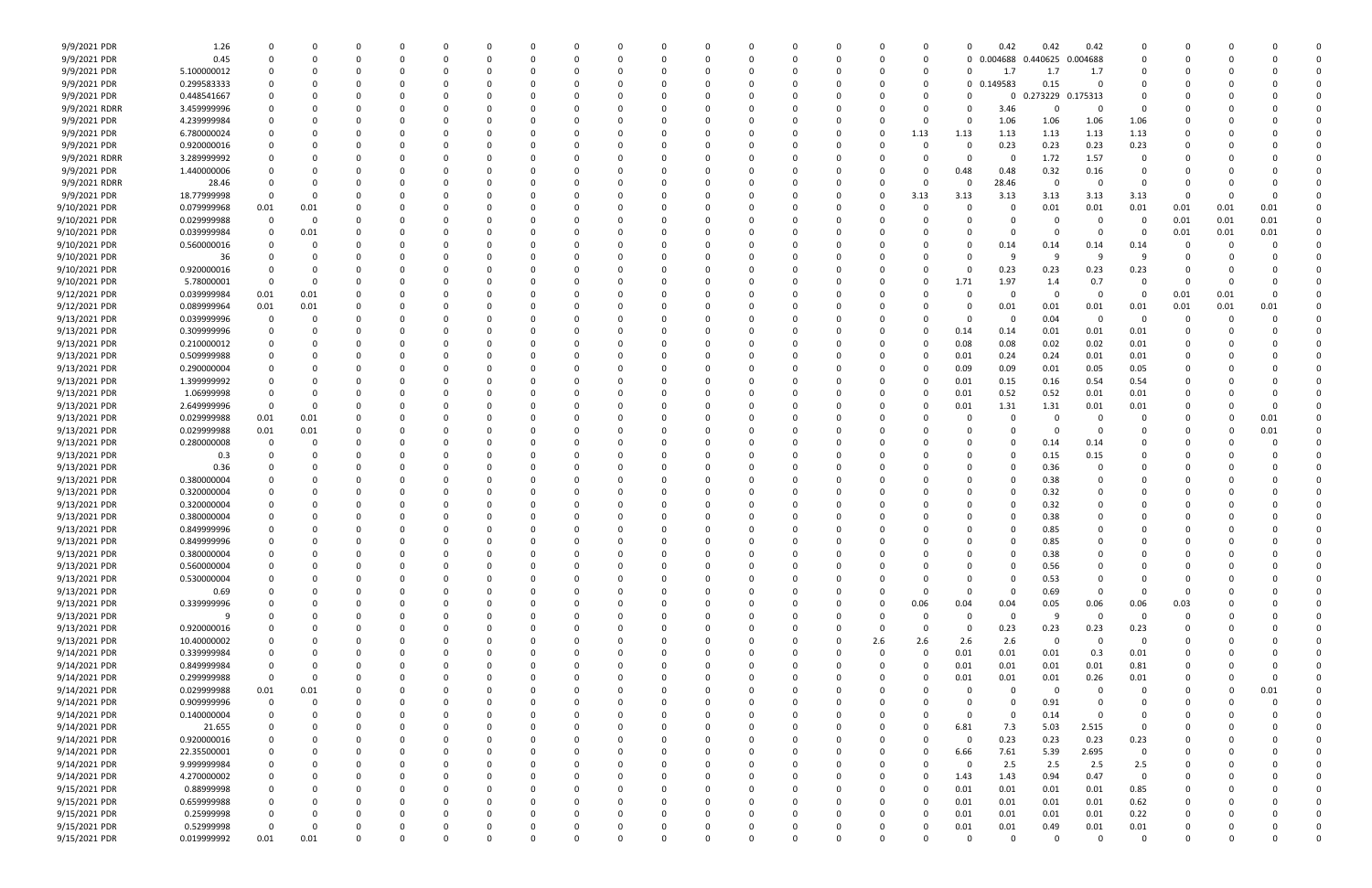| | | | | | | | | | | | | | | | | | | | | | | | | | | | |
|---|---|---|---|---|---|---|---|---|---|---|---|---|---|---|---|---|---|---|---|---|---|---|---|---|---|---|---|
| 9/9/2021 PDR | 1.26 | 0 | 0 | 0 | 0 | 0 | 0 | 0 | 0 | 0 | 0 | 0 | 0 | 0 | 0 | 0 | 0 | 0 | 0 | 0.42 | 0.42 | 0.42 | 0 | 0 | 0 | 0 | 0 |
| 9/9/2021 PDR | 0.45 | 0 | 0 | 0 | 0 | 0 | 0 | 0 | 0 | 0 | 0 | 0 | 0 | 0 | 0 | 0 | 0 | 0 | 0 | 0.004688 | 0.440625 | 0.004688 | 0 | 0 | 0 | 0 | 0 |
| 9/9/2021 PDR | 5.100000012 | 0 | 0 | 0 | 0 | 0 | 0 | 0 | 0 | 0 | 0 | 0 | 0 | 0 | 0 | 0 | 0 | 0 | 0 | 1.7 | 1.7 | 1.7 | 0 | 0 | 0 | 0 | 0 |
| 9/9/2021 PDR | 0.299583333 | 0 | 0 | 0 | 0 | 0 | 0 | 0 | 0 | 0 | 0 | 0 | 0 | 0 | 0 | 0 | 0 | 0 | 0 | 0.149583 | 0.15 | 0 | 0 | 0 | 0 | 0 | 0 |
| 9/9/2021 PDR | 0.448541667 | 0 | 0 | 0 | 0 | 0 | 0 | 0 | 0 | 0 | 0 | 0 | 0 | 0 | 0 | 0 | 0 | 0 | 0 | 0 | 0.273229 | 0.175313 | 0 | 0 | 0 | 0 | 0 |
| 9/9/2021 RDRR | 3.459999996 | 0 | 0 | 0 | 0 | 0 | 0 | 0 | 0 | 0 | 0 | 0 | 0 | 0 | 0 | 0 | 0 | 0 | 0 | 3.46 | 0 | 0 | 0 | 0 | 0 | 0 | 0 |
| 9/9/2021 PDR | 4.239999984 | 0 | 0 | 0 | 0 | 0 | 0 | 0 | 0 | 0 | 0 | 0 | 0 | 0 | 0 | 0 | 0 | 0 | 0 | 1.06 | 1.06 | 1.06 | 1.06 | 0 | 0 | 0 | 0 |
| 9/9/2021 PDR | 6.780000024 | 0 | 0 | 0 | 0 | 0 | 0 | 0 | 0 | 0 | 0 | 0 | 0 | 0 | 0 | 0 | 0 | 1.13 | 1.13 | 1.13 | 1.13 | 1.13 | 1.13 | 0 | 0 | 0 | 0 |
| 9/9/2021 PDR | 0.920000016 | 0 | 0 | 0 | 0 | 0 | 0 | 0 | 0 | 0 | 0 | 0 | 0 | 0 | 0 | 0 | 0 | 0 | 0 | 0.23 | 0.23 | 0.23 | 0.23 | 0 | 0 | 0 | 0 |
| 9/9/2021 RDRR | 3.289999992 | 0 | 0 | 0 | 0 | 0 | 0 | 0 | 0 | 0 | 0 | 0 | 0 | 0 | 0 | 0 | 0 | 0 | 0 | 0 | 1.72 | 1.57 | 0 | 0 | 0 | 0 | 0 |
| 9/9/2021 PDR | 1.440000006 | 0 | 0 | 0 | 0 | 0 | 0 | 0 | 0 | 0 | 0 | 0 | 0 | 0 | 0 | 0 | 0 | 0 | 0.48 | 0.48 | 0.32 | 0.16 | 0 | 0 | 0 | 0 | 0 |
| 9/9/2021 RDRR | 28.46 | 0 | 0 | 0 | 0 | 0 | 0 | 0 | 0 | 0 | 0 | 0 | 0 | 0 | 0 | 0 | 0 | 0 | 0 | 28.46 | 0 | 0 | 0 | 0 | 0 | 0 | 0 |
| 9/9/2021 PDR | 18.77999998 | 0 | 0 | 0 | 0 | 0 | 0 | 0 | 0 | 0 | 0 | 0 | 0 | 0 | 0 | 0 | 0 | 3.13 | 3.13 | 3.13 | 3.13 | 3.13 | 3.13 | 0 | 0 | 0 | 0 |
| 9/10/2021 PDR | 0.079999968 | 0.01 | 0.01 | 0 | 0 | 0 | 0 | 0 | 0 | 0 | 0 | 0 | 0 | 0 | 0 | 0 | 0 | 0 | 0 | 0 | 0.01 | 0.01 | 0.01 | 0.01 | 0.01 | 0.01 | 0 |
| 9/10/2021 PDR | 0.029999988 | 0 | 0 | 0 | 0 | 0 | 0 | 0 | 0 | 0 | 0 | 0 | 0 | 0 | 0 | 0 | 0 | 0 | 0 | 0 | 0 | 0 | 0 | 0.01 | 0.01 | 0.01 | 0 |
| 9/10/2021 PDR | 0.039999984 | 0 | 0.01 | 0 | 0 | 0 | 0 | 0 | 0 | 0 | 0 | 0 | 0 | 0 | 0 | 0 | 0 | 0 | 0 | 0 | 0 | 0 | 0 | 0.01 | 0.01 | 0.01 | 0 |
| 9/10/2021 PDR | 0.560000016 | 0 | 0 | 0 | 0 | 0 | 0 | 0 | 0 | 0 | 0 | 0 | 0 | 0 | 0 | 0 | 0 | 0 | 0 | 0.14 | 0.14 | 0.14 | 0.14 | 0 | 0 | 0 | 0 |
| 9/10/2021 PDR | 36 | 0 | 0 | 0 | 0 | 0 | 0 | 0 | 0 | 0 | 0 | 0 | 0 | 0 | 0 | 0 | 0 | 0 | 0 | 9 | 9 | 9 | 9 | 0 | 0 | 0 | 0 |
| 9/10/2021 PDR | 0.920000016 | 0 | 0 | 0 | 0 | 0 | 0 | 0 | 0 | 0 | 0 | 0 | 0 | 0 | 0 | 0 | 0 | 0 | 0 | 0.23 | 0.23 | 0.23 | 0.23 | 0 | 0 | 0 | 0 |
| 9/10/2021 PDR | 5.78000001 | 0 | 0 | 0 | 0 | 0 | 0 | 0 | 0 | 0 | 0 | 0 | 0 | 0 | 0 | 0 | 0 | 0 | 1.71 | 1.97 | 1.4 | 0.7 | 0 | 0 | 0 | 0 | 0 |
| 9/12/2021 PDR | 0.039999984 | 0.01 | 0.01 | 0 | 0 | 0 | 0 | 0 | 0 | 0 | 0 | 0 | 0 | 0 | 0 | 0 | 0 | 0 | 0 | 0 | 0 | 0 | 0 | 0.01 | 0.01 | 0 | 0 |
| 9/12/2021 PDR | 0.089999964 | 0.01 | 0.01 | 0 | 0 | 0 | 0 | 0 | 0 | 0 | 0 | 0 | 0 | 0 | 0 | 0 | 0 | 0 | 0 | 0.01 | 0.01 | 0.01 | 0.01 | 0.01 | 0.01 | 0.01 | 0 |
| 9/13/2021 PDR | 0.039999996 | 0 | 0 | 0 | 0 | 0 | 0 | 0 | 0 | 0 | 0 | 0 | 0 | 0 | 0 | 0 | 0 | 0 | 0 | 0 | 0.04 | 0 | 0 | 0 | 0 | 0 | 0 |
| 9/13/2021 PDR | 0.309999996 | 0 | 0 | 0 | 0 | 0 | 0 | 0 | 0 | 0 | 0 | 0 | 0 | 0 | 0 | 0 | 0 | 0 | 0.14 | 0.14 | 0.01 | 0.01 | 0.01 | 0 | 0 | 0 | 0 |
| 9/13/2021 PDR | 0.210000012 | 0 | 0 | 0 | 0 | 0 | 0 | 0 | 0 | 0 | 0 | 0 | 0 | 0 | 0 | 0 | 0 | 0 | 0.08 | 0.08 | 0.02 | 0.02 | 0.01 | 0 | 0 | 0 | 0 |
| 9/13/2021 PDR | 0.509999988 | 0 | 0 | 0 | 0 | 0 | 0 | 0 | 0 | 0 | 0 | 0 | 0 | 0 | 0 | 0 | 0 | 0 | 0.01 | 0.24 | 0.24 | 0.01 | 0.01 | 0 | 0 | 0 | 0 |
| 9/13/2021 PDR | 0.290000004 | 0 | 0 | 0 | 0 | 0 | 0 | 0 | 0 | 0 | 0 | 0 | 0 | 0 | 0 | 0 | 0 | 0 | 0.09 | 0.09 | 0.01 | 0.05 | 0.05 | 0 | 0 | 0 | 0 |
| 9/13/2021 PDR | 1.399999992 | 0 | 0 | 0 | 0 | 0 | 0 | 0 | 0 | 0 | 0 | 0 | 0 | 0 | 0 | 0 | 0 | 0 | 0.01 | 0.15 | 0.16 | 0.54 | 0.54 | 0 | 0 | 0 | 0 |
| 9/13/2021 PDR | 1.06999998 | 0 | 0 | 0 | 0 | 0 | 0 | 0 | 0 | 0 | 0 | 0 | 0 | 0 | 0 | 0 | 0 | 0 | 0.01 | 0.52 | 0.52 | 0.01 | 0.01 | 0 | 0 | 0 | 0 |
| 9/13/2021 PDR | 2.649999996 | 0 | 0 | 0 | 0 | 0 | 0 | 0 | 0 | 0 | 0 | 0 | 0 | 0 | 0 | 0 | 0 | 0 | 0.01 | 1.31 | 1.31 | 0.01 | 0.01 | 0 | 0 | 0 | 0 |
| 9/13/2021 PDR | 0.029999988 | 0.01 | 0.01 | 0 | 0 | 0 | 0 | 0 | 0 | 0 | 0 | 0 | 0 | 0 | 0 | 0 | 0 | 0 | 0 | 0 | 0 | 0 | 0 | 0 | 0 | 0.01 | 0 |
| 9/13/2021 PDR | 0.029999988 | 0.01 | 0.01 | 0 | 0 | 0 | 0 | 0 | 0 | 0 | 0 | 0 | 0 | 0 | 0 | 0 | 0 | 0 | 0 | 0 | 0 | 0 | 0 | 0 | 0 | 0.01 | 0 |
| 9/13/2021 PDR | 0.280000008 | 0 | 0 | 0 | 0 | 0 | 0 | 0 | 0 | 0 | 0 | 0 | 0 | 0 | 0 | 0 | 0 | 0 | 0 | 0 | 0.14 | 0.14 | 0 | 0 | 0 | 0 | 0 |
| 9/13/2021 PDR | 0.3 | 0 | 0 | 0 | 0 | 0 | 0 | 0 | 0 | 0 | 0 | 0 | 0 | 0 | 0 | 0 | 0 | 0 | 0 | 0 | 0.15 | 0.15 | 0 | 0 | 0 | 0 | 0 |
| 9/13/2021 PDR | 0.36 | 0 | 0 | 0 | 0 | 0 | 0 | 0 | 0 | 0 | 0 | 0 | 0 | 0 | 0 | 0 | 0 | 0 | 0 | 0 | 0.36 | 0 | 0 | 0 | 0 | 0 | 0 |
| 9/13/2021 PDR | 0.380000004 | 0 | 0 | 0 | 0 | 0 | 0 | 0 | 0 | 0 | 0 | 0 | 0 | 0 | 0 | 0 | 0 | 0 | 0 | 0 | 0.38 | 0 | 0 | 0 | 0 | 0 | 0 |
| 9/13/2021 PDR | 0.320000004 | 0 | 0 | 0 | 0 | 0 | 0 | 0 | 0 | 0 | 0 | 0 | 0 | 0 | 0 | 0 | 0 | 0 | 0 | 0 | 0.32 | 0 | 0 | 0 | 0 | 0 | 0 |
| 9/13/2021 PDR | 0.320000004 | 0 | 0 | 0 | 0 | 0 | 0 | 0 | 0 | 0 | 0 | 0 | 0 | 0 | 0 | 0 | 0 | 0 | 0 | 0 | 0.32 | 0 | 0 | 0 | 0 | 0 | 0 |
| 9/13/2021 PDR | 0.380000004 | 0 | 0 | 0 | 0 | 0 | 0 | 0 | 0 | 0 | 0 | 0 | 0 | 0 | 0 | 0 | 0 | 0 | 0 | 0 | 0.38 | 0 | 0 | 0 | 0 | 0 | 0 |
| 9/13/2021 PDR | 0.849999996 | 0 | 0 | 0 | 0 | 0 | 0 | 0 | 0 | 0 | 0 | 0 | 0 | 0 | 0 | 0 | 0 | 0 | 0 | 0 | 0.85 | 0 | 0 | 0 | 0 | 0 | 0 |
| 9/13/2021 PDR | 0.849999996 | 0 | 0 | 0 | 0 | 0 | 0 | 0 | 0 | 0 | 0 | 0 | 0 | 0 | 0 | 0 | 0 | 0 | 0 | 0 | 0.85 | 0 | 0 | 0 | 0 | 0 | 0 |
| 9/13/2021 PDR | 0.380000004 | 0 | 0 | 0 | 0 | 0 | 0 | 0 | 0 | 0 | 0 | 0 | 0 | 0 | 0 | 0 | 0 | 0 | 0 | 0 | 0.38 | 0 | 0 | 0 | 0 | 0 | 0 |
| 9/13/2021 PDR | 0.560000004 | 0 | 0 | 0 | 0 | 0 | 0 | 0 | 0 | 0 | 0 | 0 | 0 | 0 | 0 | 0 | 0 | 0 | 0 | 0 | 0.56 | 0 | 0 | 0 | 0 | 0 | 0 |
| 9/13/2021 PDR | 0.530000004 | 0 | 0 | 0 | 0 | 0 | 0 | 0 | 0 | 0 | 0 | 0 | 0 | 0 | 0 | 0 | 0 | 0 | 0 | 0 | 0.53 | 0 | 0 | 0 | 0 | 0 | 0 |
| 9/13/2021 PDR | 0.69 | 0 | 0 | 0 | 0 | 0 | 0 | 0 | 0 | 0 | 0 | 0 | 0 | 0 | 0 | 0 | 0 | 0 | 0 | 0 | 0.69 | 0 | 0 | 0 | 0 | 0 | 0 |
| 9/13/2021 PDR | 0.339999996 | 0 | 0 | 0 | 0 | 0 | 0 | 0 | 0 | 0 | 0 | 0 | 0 | 0 | 0 | 0 | 0 | 0.06 | 0.04 | 0.04 | 0.05 | 0.06 | 0.06 | 0.03 | 0 | 0 | 0 |
| 9/13/2021 PDR | 9 | 0 | 0 | 0 | 0 | 0 | 0 | 0 | 0 | 0 | 0 | 0 | 0 | 0 | 0 | 0 | 0 | 0 | 0 | 0 | 9 | 0 | 0 | 0 | 0 | 0 | 0 |
| 9/13/2021 PDR | 0.920000016 | 0 | 0 | 0 | 0 | 0 | 0 | 0 | 0 | 0 | 0 | 0 | 0 | 0 | 0 | 0 | 0 | 0 | 0 | 0.23 | 0.23 | 0.23 | 0.23 | 0 | 0 | 0 | 0 |
| 9/13/2021 PDR | 10.40000002 | 0 | 0 | 0 | 0 | 0 | 0 | 0 | 0 | 0 | 0 | 0 | 0 | 0 | 0 | 0 | 2.6 | 2.6 | 2.6 | 2.6 | 0 | 0 | 0 | 0 | 0 | 0 | 0 |
| 9/14/2021 PDR | 0.339999984 | 0 | 0 | 0 | 0 | 0 | 0 | 0 | 0 | 0 | 0 | 0 | 0 | 0 | 0 | 0 | 0 | 0 | 0.01 | 0.01 | 0.01 | 0.3 | 0.01 | 0 | 0 | 0 | 0 |
| 9/14/2021 PDR | 0.849999984 | 0 | 0 | 0 | 0 | 0 | 0 | 0 | 0 | 0 | 0 | 0 | 0 | 0 | 0 | 0 | 0 | 0 | 0.01 | 0.01 | 0.01 | 0.01 | 0.81 | 0 | 0 | 0 | 0 |
| 9/14/2021 PDR | 0.299999988 | 0 | 0 | 0 | 0 | 0 | 0 | 0 | 0 | 0 | 0 | 0 | 0 | 0 | 0 | 0 | 0 | 0 | 0.01 | 0.01 | 0.01 | 0.26 | 0.01 | 0 | 0 | 0 | 0 |
| 9/14/2021 PDR | 0.029999988 | 0.01 | 0.01 | 0 | 0 | 0 | 0 | 0 | 0 | 0 | 0 | 0 | 0 | 0 | 0 | 0 | 0 | 0 | 0 | 0 | 0 | 0 | 0 | 0 | 0 | 0.01 | 0 |
| 9/14/2021 PDR | 0.909999996 | 0 | 0 | 0 | 0 | 0 | 0 | 0 | 0 | 0 | 0 | 0 | 0 | 0 | 0 | 0 | 0 | 0 | 0 | 0 | 0.91 | 0 | 0 | 0 | 0 | 0 | 0 |
| 9/14/2021 PDR | 0.140000004 | 0 | 0 | 0 | 0 | 0 | 0 | 0 | 0 | 0 | 0 | 0 | 0 | 0 | 0 | 0 | 0 | 0 | 0 | 0 | 0.14 | 0 | 0 | 0 | 0 | 0 | 0 |
| 9/14/2021 PDR | 21.655 | 0 | 0 | 0 | 0 | 0 | 0 | 0 | 0 | 0 | 0 | 0 | 0 | 0 | 0 | 0 | 0 | 0 | 6.81 | 7.3 | 5.03 | 2.515 | 0 | 0 | 0 | 0 | 0 |
| 9/14/2021 PDR | 0.920000016 | 0 | 0 | 0 | 0 | 0 | 0 | 0 | 0 | 0 | 0 | 0 | 0 | 0 | 0 | 0 | 0 | 0 | 0 | 0.23 | 0.23 | 0.23 | 0.23 | 0 | 0 | 0 | 0 |
| 9/14/2021 PDR | 22.35500001 | 0 | 0 | 0 | 0 | 0 | 0 | 0 | 0 | 0 | 0 | 0 | 0 | 0 | 0 | 0 | 0 | 0 | 6.66 | 7.61 | 5.39 | 2.695 | 0 | 0 | 0 | 0 | 0 |
| 9/14/2021 PDR | 9.999999984 | 0 | 0 | 0 | 0 | 0 | 0 | 0 | 0 | 0 | 0 | 0 | 0 | 0 | 0 | 0 | 0 | 0 | 0 | 2.5 | 2.5 | 2.5 | 2.5 | 0 | 0 | 0 | 0 |
| 9/14/2021 PDR | 4.270000002 | 0 | 0 | 0 | 0 | 0 | 0 | 0 | 0 | 0 | 0 | 0 | 0 | 0 | 0 | 0 | 0 | 0 | 1.43 | 1.43 | 0.94 | 0.47 | 0 | 0 | 0 | 0 | 0 |
| 9/15/2021 PDR | 0.88999998 | 0 | 0 | 0 | 0 | 0 | 0 | 0 | 0 | 0 | 0 | 0 | 0 | 0 | 0 | 0 | 0 | 0 | 0.01 | 0.01 | 0.01 | 0.01 | 0.85 | 0 | 0 | 0 | 0 |
| 9/15/2021 PDR | 0.659999988 | 0 | 0 | 0 | 0 | 0 | 0 | 0 | 0 | 0 | 0 | 0 | 0 | 0 | 0 | 0 | 0 | 0 | 0.01 | 0.01 | 0.01 | 0.01 | 0.62 | 0 | 0 | 0 | 0 |
| 9/15/2021 PDR | 0.25999998 | 0 | 0 | 0 | 0 | 0 | 0 | 0 | 0 | 0 | 0 | 0 | 0 | 0 | 0 | 0 | 0 | 0 | 0.01 | 0.01 | 0.01 | 0.01 | 0.22 | 0 | 0 | 0 | 0 |
| 9/15/2021 PDR | 0.52999998 | 0 | 0 | 0 | 0 | 0 | 0 | 0 | 0 | 0 | 0 | 0 | 0 | 0 | 0 | 0 | 0 | 0 | 0.01 | 0.01 | 0.49 | 0.01 | 0.01 | 0 | 0 | 0 | 0 |
| 9/15/2021 PDR | 0.019999992 | 0.01 | 0.01 | 0 | 0 | 0 | 0 | 0 | 0 | 0 | 0 | 0 | 0 | 0 | 0 | 0 | 0 | 0 | 0 | 0 | 0 | 0 | 0 | 0 | 0 | 0 | 0 |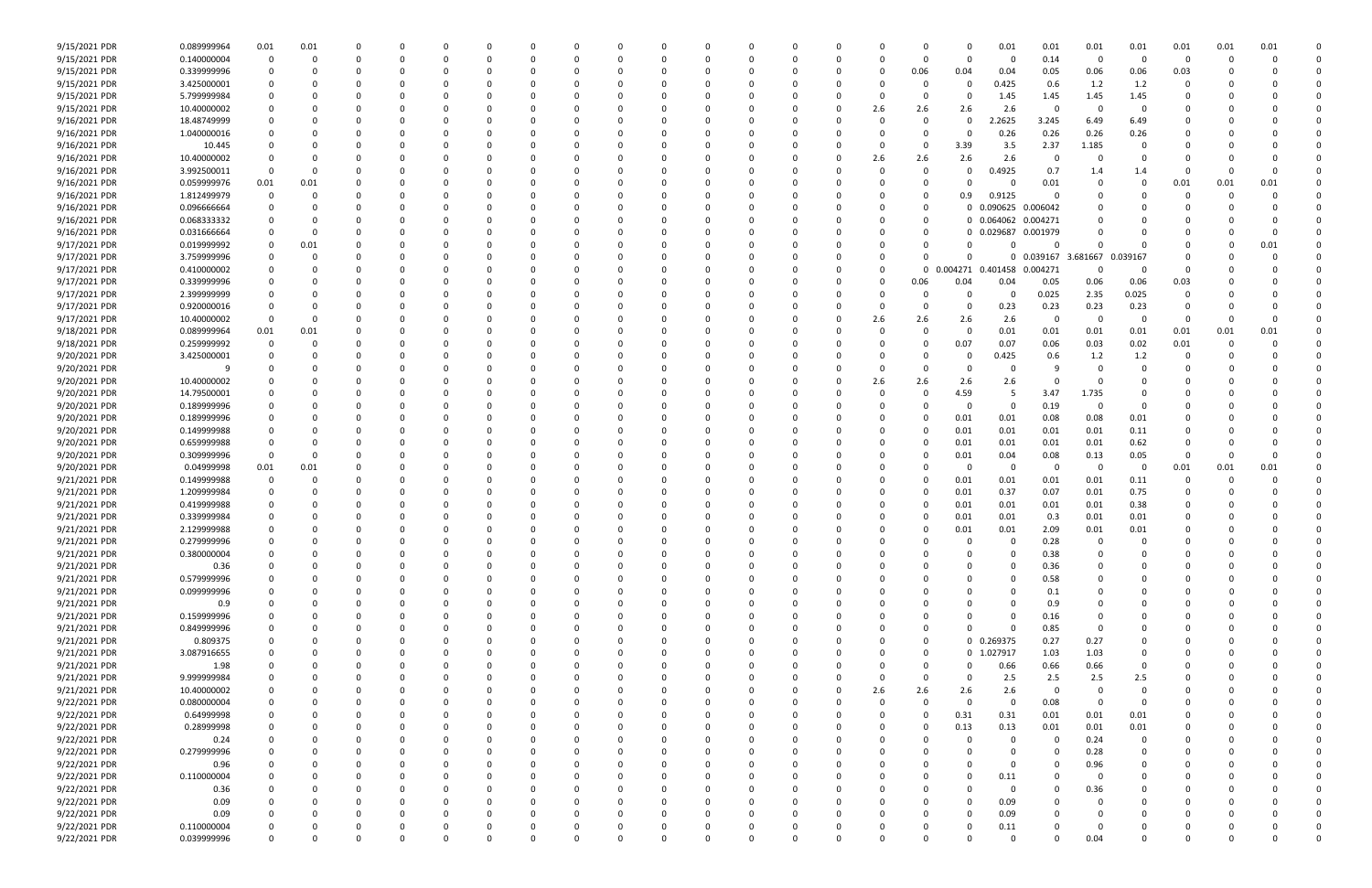| | | | | | | | | | | | | | | | | | | | | | | | | | | | | | | | |
|---|---|---|---|---|---|---|---|---|---|---|---|---|---|---|---|---|---|---|---|---|---|---|---|---|---|---|---|---|---|---|---|
| 9/15/2021 PDR | 0.089999964 | 0.01 | 0.01 | 0 | 0 | 0 | 0 | 0 | 0 | 0 | 0 | 0 | 0 | 0 | 0 | 0 | 0 | 0 | 0 | 0 | 0 | 0 | 0 | 0.01 | 0.01 | 0.01 | 0.01 | 0.01 | 0.01 | 0.01 | 0 |
| 9/15/2021 PDR | 0.140000004 | 0 | 0 | 0 | 0 | 0 | 0 | 0 | 0 | 0 | 0 | 0 | 0 | 0 | 0 | 0 | 0 | 0 | 0 | 0 | 0 | 0 | 0 | 0 | 0.14 | 0 | 0 | 0 | 0 | 0 | 0 |
| 9/15/2021 PDR | 0.339999996 | 0 | 0 | 0 | 0 | 0 | 0 | 0 | 0 | 0 | 0 | 0 | 0 | 0 | 0 | 0 | 0 | 0 | 0 | 0 | 0 | 0.06 | 0.04 | 0.04 | 0.05 | 0.06 | 0.06 | 0.03 | 0 | 0 | 0 |
| 9/15/2021 PDR | 3.425000001 | 0 | 0 | 0 | 0 | 0 | 0 | 0 | 0 | 0 | 0 | 0 | 0 | 0 | 0 | 0 | 0 | 0 | 0 | 0 | 0 | 0 | 0 | 0.425 | 0.6 | 1.2 | 1.2 | 0 | 0 | 0 | 0 |
| 9/15/2021 PDR | 5.799999984 | 0 | 0 | 0 | 0 | 0 | 0 | 0 | 0 | 0 | 0 | 0 | 0 | 0 | 0 | 0 | 0 | 0 | 0 | 0 | 0 | 0 | 0 | 1.45 | 1.45 | 1.45 | 1.45 | 0 | 0 | 0 | 0 |
| 9/15/2021 PDR | 10.40000002 | 0 | 0 | 0 | 0 | 0 | 0 | 0 | 0 | 0 | 0 | 0 | 0 | 0 | 0 | 0 | 0 | 0 | 0 | 0 | 2.6 | 2.6 | 2.6 | 2.6 | 0 | 0 | 0 | 0 | 0 | 0 | 0 |
| 9/16/2021 PDR | 18.48749999 | 0 | 0 | 0 | 0 | 0 | 0 | 0 | 0 | 0 | 0 | 0 | 0 | 0 | 0 | 0 | 0 | 0 | 0 | 0 | 0 | 0 | 0 | 2.2625 | 3.245 | 6.49 | 6.49 | 0 | 0 | 0 | 0 |
| 9/16/2021 PDR | 1.040000016 | 0 | 0 | 0 | 0 | 0 | 0 | 0 | 0 | 0 | 0 | 0 | 0 | 0 | 0 | 0 | 0 | 0 | 0 | 0 | 0 | 0 | 0 | 0.26 | 0.26 | 0.26 | 0.26 | 0 | 0 | 0 | 0 |
| 9/16/2021 PDR | 10.445 | 0 | 0 | 0 | 0 | 0 | 0 | 0 | 0 | 0 | 0 | 0 | 0 | 0 | 0 | 0 | 0 | 0 | 0 | 0 | 0 | 0 | 3.39 | 3.5 | 2.37 | 1.185 | 0 | 0 | 0 | 0 | 0 |
| 9/16/2021 PDR | 10.40000002 | 0 | 0 | 0 | 0 | 0 | 0 | 0 | 0 | 0 | 0 | 0 | 0 | 0 | 0 | 0 | 0 | 0 | 0 | 0 | 2.6 | 2.6 | 2.6 | 2.6 | 0 | 0 | 0 | 0 | 0 | 0 | 0 |
| 9/16/2021 PDR | 3.992500011 | 0 | 0 | 0 | 0 | 0 | 0 | 0 | 0 | 0 | 0 | 0 | 0 | 0 | 0 | 0 | 0 | 0 | 0 | 0 | 0 | 0 | 0 | 0.4925 | 0.7 | 1.4 | 1.4 | 0 | 0 | 0 | 0 |
| 9/16/2021 PDR | 0.059999976 | 0.01 | 0.01 | 0 | 0 | 0 | 0 | 0 | 0 | 0 | 0 | 0 | 0 | 0 | 0 | 0 | 0 | 0 | 0 | 0 | 0 | 0 | 0 | 0 | 0.01 | 0 | 0 | 0.01 | 0.01 | 0.01 | 0 |
| 9/16/2021 PDR | 1.812499979 | 0 | 0 | 0 | 0 | 0 | 0 | 0 | 0 | 0 | 0 | 0 | 0 | 0 | 0 | 0 | 0 | 0 | 0 | 0 | 0 | 0 | 0.9 | 0.9125 | 0 | 0 | 0 | 0 | 0 | 0 | 0 |
| 9/16/2021 PDR | 0.096666664 | 0 | 0 | 0 | 0 | 0 | 0 | 0 | 0 | 0 | 0 | 0 | 0 | 0 | 0 | 0 | 0 | 0 | 0 | 0 | 0 | 0 | 0 | 0.090625 | 0.006042 | 0 | 0 | 0 | 0 | 0 | 0 |
| 9/16/2021 PDR | 0.068333332 | 0 | 0 | 0 | 0 | 0 | 0 | 0 | 0 | 0 | 0 | 0 | 0 | 0 | 0 | 0 | 0 | 0 | 0 | 0 | 0 | 0 | 0 | 0.064062 | 0.004271 | 0 | 0 | 0 | 0 | 0 | 0 |
| 9/16/2021 PDR | 0.031666664 | 0 | 0 | 0 | 0 | 0 | 0 | 0 | 0 | 0 | 0 | 0 | 0 | 0 | 0 | 0 | 0 | 0 | 0 | 0 | 0 | 0 | 0 | 0.029687 | 0.001979 | 0 | 0 | 0 | 0 | 0 | 0 |
| 9/17/2021 PDR | 0.019999992 | 0 | 0.01 | 0 | 0 | 0 | 0 | 0 | 0 | 0 | 0 | 0 | 0 | 0 | 0 | 0 | 0 | 0 | 0 | 0 | 0 | 0 | 0 | 0 | 0 | 0 | 0 | 0 | 0 | 0.01 | 0 |
| 9/17/2021 PDR | 3.759999996 | 0 | 0 | 0 | 0 | 0 | 0 | 0 | 0 | 0 | 0 | 0 | 0 | 0 | 0 | 0 | 0 | 0 | 0 | 0 | 0 | 0 | 0 | 0 | 0.039167 | 3.681667 | 0.039167 | 0 | 0 | 0 | 0 |
| 9/17/2021 PDR | 0.410000002 | 0 | 0 | 0 | 0 | 0 | 0 | 0 | 0 | 0 | 0 | 0 | 0 | 0 | 0 | 0 | 0 | 0 | 0 | 0 | 0 | 0 | 0.004271 | 0.401458 | 0.004271 | 0 | 0 | 0 | 0 | 0 | 0 |
| 9/17/2021 PDR | 0.339999996 | 0 | 0 | 0 | 0 | 0 | 0 | 0 | 0 | 0 | 0 | 0 | 0 | 0 | 0 | 0 | 0 | 0 | 0 | 0 | 0 | 0.06 | 0.04 | 0.04 | 0.05 | 0.06 | 0.06 | 0.03 | 0 | 0 | 0 |
| 9/17/2021 PDR | 2.399999999 | 0 | 0 | 0 | 0 | 0 | 0 | 0 | 0 | 0 | 0 | 0 | 0 | 0 | 0 | 0 | 0 | 0 | 0 | 0 | 0 | 0 | 0 | 0 | 0.025 | 2.35 | 0.025 | 0 | 0 | 0 | 0 |
| 9/17/2021 PDR | 0.920000016 | 0 | 0 | 0 | 0 | 0 | 0 | 0 | 0 | 0 | 0 | 0 | 0 | 0 | 0 | 0 | 0 | 0 | 0 | 0 | 0 | 0 | 0 | 0.23 | 0.23 | 0.23 | 0.23 | 0 | 0 | 0 | 0 |
| 9/17/2021 PDR | 10.40000002 | 0 | 0 | 0 | 0 | 0 | 0 | 0 | 0 | 0 | 0 | 0 | 0 | 0 | 0 | 0 | 0 | 0 | 0 | 0 | 2.6 | 2.6 | 2.6 | 2.6 | 0 | 0 | 0 | 0 | 0 | 0 | 0 |
| 9/18/2021 PDR | 0.089999964 | 0.01 | 0.01 | 0 | 0 | 0 | 0 | 0 | 0 | 0 | 0 | 0 | 0 | 0 | 0 | 0 | 0 | 0 | 0 | 0 | 0 | 0 | 0 | 0.01 | 0.01 | 0.01 | 0.01 | 0.01 | 0.01 | 0.01 | 0 |
| 9/18/2021 PDR | 0.259999992 | 0 | 0 | 0 | 0 | 0 | 0 | 0 | 0 | 0 | 0 | 0 | 0 | 0 | 0 | 0 | 0 | 0 | 0 | 0 | 0 | 0 | 0.07 | 0.07 | 0.06 | 0.03 | 0.02 | 0.01 | 0 | 0 | 0 |
| 9/20/2021 PDR | 3.425000001 | 0 | 0 | 0 | 0 | 0 | 0 | 0 | 0 | 0 | 0 | 0 | 0 | 0 | 0 | 0 | 0 | 0 | 0 | 0 | 0 | 0 | 0 | 0.425 | 0.6 | 1.2 | 1.2 | 0 | 0 | 0 | 0 |
| 9/20/2021 PDR | 9 | 0 | 0 | 0 | 0 | 0 | 0 | 0 | 0 | 0 | 0 | 0 | 0 | 0 | 0 | 0 | 0 | 0 | 0 | 0 | 0 | 0 | 0 | 0 | 9 | 0 | 0 | 0 | 0 | 0 | 0 |
| 9/20/2021 PDR | 10.40000002 | 0 | 0 | 0 | 0 | 0 | 0 | 0 | 0 | 0 | 0 | 0 | 0 | 0 | 0 | 0 | 0 | 0 | 0 | 0 | 2.6 | 2.6 | 2.6 | 2.6 | 0 | 0 | 0 | 0 | 0 | 0 | 0 |
| 9/20/2021 PDR | 14.79500001 | 0 | 0 | 0 | 0 | 0 | 0 | 0 | 0 | 0 | 0 | 0 | 0 | 0 | 0 | 0 | 0 | 0 | 0 | 0 | 0 | 0 | 4.59 | 5 | 3.47 | 1.735 | 0 | 0 | 0 | 0 | 0 |
| 9/20/2021 PDR | 0.189999996 | 0 | 0 | 0 | 0 | 0 | 0 | 0 | 0 | 0 | 0 | 0 | 0 | 0 | 0 | 0 | 0 | 0 | 0 | 0 | 0 | 0 | 0 | 0 | 0.19 | 0 | 0 | 0 | 0 | 0 | 0 |
| 9/20/2021 PDR | 0.189999996 | 0 | 0 | 0 | 0 | 0 | 0 | 0 | 0 | 0 | 0 | 0 | 0 | 0 | 0 | 0 | 0 | 0 | 0 | 0 | 0 | 0 | 0.01 | 0.01 | 0.08 | 0.08 | 0.01 | 0 | 0 | 0 | 0 |
| 9/20/2021 PDR | 0.149999988 | 0 | 0 | 0 | 0 | 0 | 0 | 0 | 0 | 0 | 0 | 0 | 0 | 0 | 0 | 0 | 0 | 0 | 0 | 0 | 0 | 0 | 0.01 | 0.01 | 0.01 | 0.01 | 0.11 | 0 | 0 | 0 | 0 |
| 9/20/2021 PDR | 0.659999988 | 0 | 0 | 0 | 0 | 0 | 0 | 0 | 0 | 0 | 0 | 0 | 0 | 0 | 0 | 0 | 0 | 0 | 0 | 0 | 0 | 0 | 0.01 | 0.01 | 0.01 | 0.01 | 0.62 | 0 | 0 | 0 | 0 |
| 9/20/2021 PDR | 0.309999996 | 0 | 0 | 0 | 0 | 0 | 0 | 0 | 0 | 0 | 0 | 0 | 0 | 0 | 0 | 0 | 0 | 0 | 0 | 0 | 0 | 0 | 0.01 | 0.04 | 0.08 | 0.13 | 0.05 | 0 | 0 | 0 | 0 |
| 9/20/2021 PDR | 0.04999998 | 0.01 | 0.01 | 0 | 0 | 0 | 0 | 0 | 0 | 0 | 0 | 0 | 0 | 0 | 0 | 0 | 0 | 0 | 0 | 0 | 0 | 0 | 0 | 0 | 0 | 0 | 0 | 0.01 | 0.01 | 0.01 | 0 |
| 9/21/2021 PDR | 0.149999988 | 0 | 0 | 0 | 0 | 0 | 0 | 0 | 0 | 0 | 0 | 0 | 0 | 0 | 0 | 0 | 0 | 0 | 0 | 0 | 0 | 0 | 0.01 | 0.01 | 0.01 | 0.01 | 0.11 | 0 | 0 | 0 | 0 |
| 9/21/2021 PDR | 1.209999984 | 0 | 0 | 0 | 0 | 0 | 0 | 0 | 0 | 0 | 0 | 0 | 0 | 0 | 0 | 0 | 0 | 0 | 0 | 0 | 0 | 0 | 0.01 | 0.37 | 0.07 | 0.01 | 0.75 | 0 | 0 | 0 | 0 |
| 9/21/2021 PDR | 0.419999988 | 0 | 0 | 0 | 0 | 0 | 0 | 0 | 0 | 0 | 0 | 0 | 0 | 0 | 0 | 0 | 0 | 0 | 0 | 0 | 0 | 0 | 0.01 | 0.01 | 0.01 | 0.01 | 0.38 | 0 | 0 | 0 | 0 |
| 9/21/2021 PDR | 0.339999984 | 0 | 0 | 0 | 0 | 0 | 0 | 0 | 0 | 0 | 0 | 0 | 0 | 0 | 0 | 0 | 0 | 0 | 0 | 0 | 0 | 0 | 0.01 | 0.01 | 0.3 | 0.01 | 0.01 | 0 | 0 | 0 | 0 |
| 9/21/2021 PDR | 2.129999988 | 0 | 0 | 0 | 0 | 0 | 0 | 0 | 0 | 0 | 0 | 0 | 0 | 0 | 0 | 0 | 0 | 0 | 0 | 0 | 0 | 0 | 0.01 | 0.01 | 2.09 | 0.01 | 0.01 | 0 | 0 | 0 | 0 |
| 9/21/2021 PDR | 0.279999996 | 0 | 0 | 0 | 0 | 0 | 0 | 0 | 0 | 0 | 0 | 0 | 0 | 0 | 0 | 0 | 0 | 0 | 0 | 0 | 0 | 0 | 0 | 0 | 0.28 | 0 | 0 | 0 | 0 | 0 | 0 |
| 9/21/2021 PDR | 0.380000004 | 0 | 0 | 0 | 0 | 0 | 0 | 0 | 0 | 0 | 0 | 0 | 0 | 0 | 0 | 0 | 0 | 0 | 0 | 0 | 0 | 0 | 0 | 0 | 0.38 | 0 | 0 | 0 | 0 | 0 | 0 |
| 9/21/2021 PDR | 0.36 | 0 | 0 | 0 | 0 | 0 | 0 | 0 | 0 | 0 | 0 | 0 | 0 | 0 | 0 | 0 | 0 | 0 | 0 | 0 | 0 | 0 | 0 | 0 | 0.36 | 0 | 0 | 0 | 0 | 0 | 0 |
| 9/21/2021 PDR | 0.579999996 | 0 | 0 | 0 | 0 | 0 | 0 | 0 | 0 | 0 | 0 | 0 | 0 | 0 | 0 | 0 | 0 | 0 | 0 | 0 | 0 | 0 | 0 | 0 | 0.58 | 0 | 0 | 0 | 0 | 0 | 0 |
| 9/21/2021 PDR | 0.099999996 | 0 | 0 | 0 | 0 | 0 | 0 | 0 | 0 | 0 | 0 | 0 | 0 | 0 | 0 | 0 | 0 | 0 | 0 | 0 | 0 | 0 | 0 | 0 | 0.1 | 0 | 0 | 0 | 0 | 0 | 0 |
| 9/21/2021 PDR | 0.9 | 0 | 0 | 0 | 0 | 0 | 0 | 0 | 0 | 0 | 0 | 0 | 0 | 0 | 0 | 0 | 0 | 0 | 0 | 0 | 0 | 0 | 0 | 0 | 0.9 | 0 | 0 | 0 | 0 | 0 | 0 |
| 9/21/2021 PDR | 0.159999996 | 0 | 0 | 0 | 0 | 0 | 0 | 0 | 0 | 0 | 0 | 0 | 0 | 0 | 0 | 0 | 0 | 0 | 0 | 0 | 0 | 0 | 0 | 0 | 0.16 | 0 | 0 | 0 | 0 | 0 | 0 |
| 9/21/2021 PDR | 0.849999996 | 0 | 0 | 0 | 0 | 0 | 0 | 0 | 0 | 0 | 0 | 0 | 0 | 0 | 0 | 0 | 0 | 0 | 0 | 0 | 0 | 0 | 0 | 0 | 0.85 | 0 | 0 | 0 | 0 | 0 | 0 |
| 9/21/2021 PDR | 0.809375 | 0 | 0 | 0 | 0 | 0 | 0 | 0 | 0 | 0 | 0 | 0 | 0 | 0 | 0 | 0 | 0 | 0 | 0 | 0 | 0 | 0 | 0 | 0.269375 | 0.27 | 0.27 | 0 | 0 | 0 | 0 | 0 |
| 9/21/2021 PDR | 3.087916655 | 0 | 0 | 0 | 0 | 0 | 0 | 0 | 0 | 0 | 0 | 0 | 0 | 0 | 0 | 0 | 0 | 0 | 0 | 0 | 0 | 0 | 0 | 1.027917 | 1.03 | 1.03 | 0 | 0 | 0 | 0 | 0 |
| 9/21/2021 PDR | 1.98 | 0 | 0 | 0 | 0 | 0 | 0 | 0 | 0 | 0 | 0 | 0 | 0 | 0 | 0 | 0 | 0 | 0 | 0 | 0 | 0 | 0 | 0 | 0.66 | 0.66 | 0.66 | 0 | 0 | 0 | 0 | 0 |
| 9/21/2021 PDR | 9.999999984 | 0 | 0 | 0 | 0 | 0 | 0 | 0 | 0 | 0 | 0 | 0 | 0 | 0 | 0 | 0 | 0 | 0 | 0 | 0 | 0 | 0 | 0 | 2.5 | 2.5 | 2.5 | 2.5 | 0 | 0 | 0 | 0 |
| 9/21/2021 PDR | 10.40000002 | 0 | 0 | 0 | 0 | 0 | 0 | 0 | 0 | 0 | 0 | 0 | 0 | 0 | 0 | 0 | 0 | 0 | 0 | 0 | 2.6 | 2.6 | 2.6 | 2.6 | 0 | 0 | 0 | 0 | 0 | 0 | 0 |
| 9/22/2021 PDR | 0.080000004 | 0 | 0 | 0 | 0 | 0 | 0 | 0 | 0 | 0 | 0 | 0 | 0 | 0 | 0 | 0 | 0 | 0 | 0 | 0 | 0 | 0 | 0 | 0 | 0.08 | 0 | 0 | 0 | 0 | 0 | 0 |
| 9/22/2021 PDR | 0.64999998 | 0 | 0 | 0 | 0 | 0 | 0 | 0 | 0 | 0 | 0 | 0 | 0 | 0 | 0 | 0 | 0 | 0 | 0 | 0 | 0 | 0 | 0.31 | 0.31 | 0.01 | 0.01 | 0.01 | 0 | 0 | 0 | 0 |
| 9/22/2021 PDR | 0.28999998 | 0 | 0 | 0 | 0 | 0 | 0 | 0 | 0 | 0 | 0 | 0 | 0 | 0 | 0 | 0 | 0 | 0 | 0 | 0 | 0 | 0 | 0.13 | 0.13 | 0.01 | 0.01 | 0.01 | 0 | 0 | 0 | 0 |
| 9/22/2021 PDR | 0.24 | 0 | 0 | 0 | 0 | 0 | 0 | 0 | 0 | 0 | 0 | 0 | 0 | 0 | 0 | 0 | 0 | 0 | 0 | 0 | 0 | 0 | 0 | 0 | 0 | 0.24 | 0 | 0 | 0 | 0 | 0 |
| 9/22/2021 PDR | 0.279999996 | 0 | 0 | 0 | 0 | 0 | 0 | 0 | 0 | 0 | 0 | 0 | 0 | 0 | 0 | 0 | 0 | 0 | 0 | 0 | 0 | 0 | 0 | 0 | 0 | 0.28 | 0 | 0 | 0 | 0 | 0 |
| 9/22/2021 PDR | 0.96 | 0 | 0 | 0 | 0 | 0 | 0 | 0 | 0 | 0 | 0 | 0 | 0 | 0 | 0 | 0 | 0 | 0 | 0 | 0 | 0 | 0 | 0 | 0 | 0 | 0.96 | 0 | 0 | 0 | 0 | 0 |
| 9/22/2021 PDR | 0.110000004 | 0 | 0 | 0 | 0 | 0 | 0 | 0 | 0 | 0 | 0 | 0 | 0 | 0 | 0 | 0 | 0 | 0 | 0 | 0 | 0 | 0 | 0 | 0.11 | 0 | 0 | 0 | 0 | 0 | 0 | 0 |
| 9/22/2021 PDR | 0.36 | 0 | 0 | 0 | 0 | 0 | 0 | 0 | 0 | 0 | 0 | 0 | 0 | 0 | 0 | 0 | 0 | 0 | 0 | 0 | 0 | 0 | 0 | 0 | 0 | 0.36 | 0 | 0 | 0 | 0 | 0 |
| 9/22/2021 PDR | 0.09 | 0 | 0 | 0 | 0 | 0 | 0 | 0 | 0 | 0 | 0 | 0 | 0 | 0 | 0 | 0 | 0 | 0 | 0 | 0 | 0 | 0 | 0 | 0.09 | 0 | 0 | 0 | 0 | 0 | 0 | 0 |
| 9/22/2021 PDR | 0.09 | 0 | 0 | 0 | 0 | 0 | 0 | 0 | 0 | 0 | 0 | 0 | 0 | 0 | 0 | 0 | 0 | 0 | 0 | 0 | 0 | 0 | 0 | 0.09 | 0 | 0 | 0 | 0 | 0 | 0 | 0 |
| 9/22/2021 PDR | 0.110000004 | 0 | 0 | 0 | 0 | 0 | 0 | 0 | 0 | 0 | 0 | 0 | 0 | 0 | 0 | 0 | 0 | 0 | 0 | 0 | 0 | 0 | 0 | 0.11 | 0 | 0 | 0 | 0 | 0 | 0 | 0 |
| 9/22/2021 PDR | 0.039999996 | 0 | 0 | 0 | 0 | 0 | 0 | 0 | 0 | 0 | 0 | 0 | 0 | 0 | 0 | 0 | 0 | 0 | 0 | 0 | 0 | 0 | 0 | 0 | 0 | 0.04 | 0 | 0 | 0 | 0 | 0 |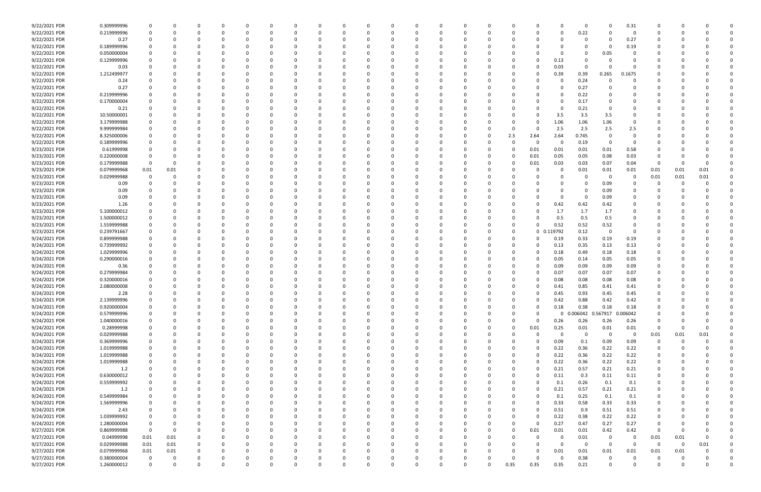| 9/22/2021 PDR | 0.309999996 | 0 | 0 | 0 | 0 | 0 | 0 | 0 | 0 | 0 | 0 | 0 | 0 | 0 | 0 | 0 | 0 | 0 | 0 | 0 | 0 | 0.31 | 0 | 0 | 0 | 0 |
|---|---|---|---|---|---|---|---|---|---|---|---|---|---|---|---|---|---|---|---|---|---|---|---|---|---|---|
| 9/22/2021 PDR | 0.219999996 | 0 | 0 | 0 | 0 | 0 | 0 | 0 | 0 | 0 | 0 | 0 | 0 | 0 | 0 | 0 | 0 | 0 | 0 | 0.22 | 0 | 0 | 0 | 0 | 0 | 0 |
| 9/22/2021 PDR | 0.27 | 0 | 0 | 0 | 0 | 0 | 0 | 0 | 0 | 0 | 0 | 0 | 0 | 0 | 0 | 0 | 0 | 0 | 0 | 0 | 0 | 0.27 | 0 | 0 | 0 | 0 |
| 9/22/2021 PDR | 0.189999996 | 0 | 0 | 0 | 0 | 0 | 0 | 0 | 0 | 0 | 0 | 0 | 0 | 0 | 0 | 0 | 0 | 0 | 0 | 0 | 0 | 0.19 | 0 | 0 | 0 | 0 |
| 9/22/2021 PDR | 0.050000004 | 0 | 0 | 0 | 0 | 0 | 0 | 0 | 0 | 0 | 0 | 0 | 0 | 0 | 0 | 0 | 0 | 0 | 0 | 0 | 0.05 | 0 | 0 | 0 | 0 | 0 |
| 9/22/2021 PDR | 0.129999996 | 0 | 0 | 0 | 0 | 0 | 0 | 0 | 0 | 0 | 0 | 0 | 0 | 0 | 0 | 0 | 0 | 0 | 0.13 | 0 | 0 | 0 | 0 | 0 | 0 | 0 |
| 9/22/2021 PDR | 0.03 | 0 | 0 | 0 | 0 | 0 | 0 | 0 | 0 | 0 | 0 | 0 | 0 | 0 | 0 | 0 | 0 | 0 | 0.03 | 0 | 0 | 0 | 0 | 0 | 0 | 0 |
| 9/22/2021 PDR | 1.212499977 | 0 | 0 | 0 | 0 | 0 | 0 | 0 | 0 | 0 | 0 | 0 | 0 | 0 | 0 | 0 | 0 | 0 | 0.39 | 0.39 | 0.265 | 0.1675 | 0 | 0 | 0 | 0 |
| 9/22/2021 PDR | 0.24 | 0 | 0 | 0 | 0 | 0 | 0 | 0 | 0 | 0 | 0 | 0 | 0 | 0 | 0 | 0 | 0 | 0 | 0 | 0.24 | 0 | 0 | 0 | 0 | 0 | 0 |
| 9/22/2021 PDR | 0.27 | 0 | 0 | 0 | 0 | 0 | 0 | 0 | 0 | 0 | 0 | 0 | 0 | 0 | 0 | 0 | 0 | 0 | 0 | 0.27 | 0 | 0 | 0 | 0 | 0 | 0 |
| 9/22/2021 PDR | 0.219999996 | 0 | 0 | 0 | 0 | 0 | 0 | 0 | 0 | 0 | 0 | 0 | 0 | 0 | 0 | 0 | 0 | 0 | 0 | 0.22 | 0 | 0 | 0 | 0 | 0 | 0 |
| 9/22/2021 PDR | 0.170000004 | 0 | 0 | 0 | 0 | 0 | 0 | 0 | 0 | 0 | 0 | 0 | 0 | 0 | 0 | 0 | 0 | 0 | 0 | 0.17 | 0 | 0 | 0 | 0 | 0 | 0 |
| 9/22/2021 PDR | 0.21 | 0 | 0 | 0 | 0 | 0 | 0 | 0 | 0 | 0 | 0 | 0 | 0 | 0 | 0 | 0 | 0 | 0 | 0 | 0.21 | 0 | 0 | 0 | 0 | 0 | 0 |
| 9/22/2021 PDR | 10.50000001 | 0 | 0 | 0 | 0 | 0 | 0 | 0 | 0 | 0 | 0 | 0 | 0 | 0 | 0 | 0 | 0 | 0 | 3.5 | 3.5 | 3.5 | 0 | 0 | 0 | 0 | 0 |
| 9/22/2021 PDR | 3.179999988 | 0 | 0 | 0 | 0 | 0 | 0 | 0 | 0 | 0 | 0 | 0 | 0 | 0 | 0 | 0 | 0 | 0 | 1.06 | 1.06 | 1.06 | 0 | 0 | 0 | 0 | 0 |
| 9/22/2021 PDR | 9.999999984 | 0 | 0 | 0 | 0 | 0 | 0 | 0 | 0 | 0 | 0 | 0 | 0 | 0 | 0 | 0 | 0 | 0 | 2.5 | 2.5 | 2.5 | 2.5 | 0 | 0 | 0 | 0 |
| 9/22/2021 PDR | 8.325000006 | 0 | 0 | 0 | 0 | 0 | 0 | 0 | 0 | 0 | 0 | 0 | 0 | 0 | 0 | 0 | 2.3 | 2.64 | 2.64 | 0.745 | 0 | 0 | 0 | 0 | 0 | 0 |
| 9/22/2021 PDR | 0.189999996 | 0 | 0 | 0 | 0 | 0 | 0 | 0 | 0 | 0 | 0 | 0 | 0 | 0 | 0 | 0 | 0 | 0 | 0 | 0.19 | 0 | 0 | 0 | 0 | 0 | 0 |
| 9/23/2021 PDR | 0.61999998 | 0 | 0 | 0 | 0 | 0 | 0 | 0 | 0 | 0 | 0 | 0 | 0 | 0 | 0 | 0 | 0 | 0.01 | 0.01 | 0.01 | 0.01 | 0.58 | 0 | 0 | 0 | 0 |
| 9/23/2021 PDR | 0.220000008 | 0 | 0 | 0 | 0 | 0 | 0 | 0 | 0 | 0 | 0 | 0 | 0 | 0 | 0 | 0 | 0 | 0.01 | 0.05 | 0.05 | 0.08 | 0.03 | 0 | 0 | 0 | 0 |
| 9/23/2021 PDR | 0.179999988 | 0 | 0 | 0 | 0 | 0 | 0 | 0 | 0 | 0 | 0 | 0 | 0 | 0 | 0 | 0 | 0 | 0.01 | 0.03 | 0.03 | 0.07 | 0.04 | 0 | 0 | 0 | 0 |
| 9/23/2021 PDR | 0.07999968 | 0.01 | 0.01 | 0 | 0 | 0 | 0 | 0 | 0 | 0 | 0 | 0 | 0 | 0 | 0 | 0 | 0 | 0 | 0 | 0.01 | 0.01 | 0.01 | 0.01 | 0.01 | 0.01 | 0 |
| 9/23/2021 PDR | 0.029999988 | 0 | 0 | 0 | 0 | 0 | 0 | 0 | 0 | 0 | 0 | 0 | 0 | 0 | 0 | 0 | 0 | 0 | 0 | 0 | 0 | 0 | 0.01 | 0.01 | 0.01 | 0 |
| 9/23/2021 PDR | 0.09 | 0 | 0 | 0 | 0 | 0 | 0 | 0 | 0 | 0 | 0 | 0 | 0 | 0 | 0 | 0 | 0 | 0 | 0 | 0 | 0.09 | 0 | 0 | 0 | 0 | 0 |
| 9/23/2021 PDR | 0.09 | 0 | 0 | 0 | 0 | 0 | 0 | 0 | 0 | 0 | 0 | 0 | 0 | 0 | 0 | 0 | 0 | 0 | 0 | 0 | 0.09 | 0 | 0 | 0 | 0 | 0 |
| 9/23/2021 PDR | 0.09 | 0 | 0 | 0 | 0 | 0 | 0 | 0 | 0 | 0 | 0 | 0 | 0 | 0 | 0 | 0 | 0 | 0 | 0 | 0 | 0.09 | 0 | 0 | 0 | 0 | 0 |
| 9/23/2021 PDR | 1.26 | 0 | 0 | 0 | 0 | 0 | 0 | 0 | 0 | 0 | 0 | 0 | 0 | 0 | 0 | 0 | 0 | 0 | 0.42 | 0.42 | 0.42 | 0 | 0 | 0 | 0 | 0 |
| 9/23/2021 PDR | 5.100000012 | 0 | 0 | 0 | 0 | 0 | 0 | 0 | 0 | 0 | 0 | 0 | 0 | 0 | 0 | 0 | 0 | 0 | 1.7 | 1.7 | 1.7 | 0 | 0 | 0 | 0 | 0 |
| 9/23/2021 PDR | 1.500000012 | 0 | 0 | 0 | 0 | 0 | 0 | 0 | 0 | 0 | 0 | 0 | 0 | 0 | 0 | 0 | 0 | 0 | 0.5 | 0.5 | 0.5 | 0 | 0 | 0 | 0 | 0 |
| 9/23/2021 PDR | 1.559999988 | 0 | 0 | 0 | 0 | 0 | 0 | 0 | 0 | 0 | 0 | 0 | 0 | 0 | 0 | 0 | 0 | 0 | 0.52 | 0.52 | 0.52 | 0 | 0 | 0 | 0 | 0 |
| 9/23/2021 PDR | 0.239791667 | 0 | 0 | 0 | 0 | 0 | 0 | 0 | 0 | 0 | 0 | 0 | 0 | 0 | 0 | 0 | 0 | 0 | 0.119792 | 0.12 | 0 | 0 | 0 | 0 | 0 | 0 |
| 9/24/2021 PDR | 0.899999988 | 0 | 0 | 0 | 0 | 0 | 0 | 0 | 0 | 0 | 0 | 0 | 0 | 0 | 0 | 0 | 0 | 0 | 0.19 | 0.33 | 0.19 | 0.19 | 0 | 0 | 0 | 0 |
| 9/24/2021 PDR | 0.739999992 | 0 | 0 | 0 | 0 | 0 | 0 | 0 | 0 | 0 | 0 | 0 | 0 | 0 | 0 | 0 | 0 | 0 | 0.13 | 0.35 | 0.13 | 0.13 | 0 | 0 | 0 | 0 |
| 9/24/2021 PDR | 1.029999996 | 0 | 0 | 0 | 0 | 0 | 0 | 0 | 0 | 0 | 0 | 0 | 0 | 0 | 0 | 0 | 0 | 0 | 0.18 | 0.49 | 0.18 | 0.18 | 0 | 0 | 0 | 0 |
| 9/24/2021 PDR | 0.290000016 | 0 | 0 | 0 | 0 | 0 | 0 | 0 | 0 | 0 | 0 | 0 | 0 | 0 | 0 | 0 | 0 | 0 | 0.05 | 0.14 | 0.05 | 0.05 | 0 | 0 | 0 | 0 |
| 9/24/2021 PDR | 0.36 | 0 | 0 | 0 | 0 | 0 | 0 | 0 | 0 | 0 | 0 | 0 | 0 | 0 | 0 | 0 | 0 | 0 | 0.09 | 0.09 | 0.09 | 0.09 | 0 | 0 | 0 | 0 |
| 9/24/2021 PDR | 0.279999984 | 0 | 0 | 0 | 0 | 0 | 0 | 0 | 0 | 0 | 0 | 0 | 0 | 0 | 0 | 0 | 0 | 0 | 0.07 | 0.07 | 0.07 | 0.07 | 0 | 0 | 0 | 0 |
| 9/24/2021 PDR | 0.320000016 | 0 | 0 | 0 | 0 | 0 | 0 | 0 | 0 | 0 | 0 | 0 | 0 | 0 | 0 | 0 | 0 | 0 | 0.08 | 0.08 | 0.08 | 0.08 | 0 | 0 | 0 | 0 |
| 9/24/2021 PDR | 2.080000008 | 0 | 0 | 0 | 0 | 0 | 0 | 0 | 0 | 0 | 0 | 0 | 0 | 0 | 0 | 0 | 0 | 0 | 0.41 | 0.85 | 0.41 | 0.41 | 0 | 0 | 0 | 0 |
| 9/24/2021 PDR | 2.28 | 0 | 0 | 0 | 0 | 0 | 0 | 0 | 0 | 0 | 0 | 0 | 0 | 0 | 0 | 0 | 0 | 0 | 0.45 | 0.93 | 0.45 | 0.45 | 0 | 0 | 0 | 0 |
| 9/24/2021 PDR | 2.139999996 | 0 | 0 | 0 | 0 | 0 | 0 | 0 | 0 | 0 | 0 | 0 | 0 | 0 | 0 | 0 | 0 | 0 | 0.42 | 0.88 | 0.42 | 0.42 | 0 | 0 | 0 | 0 |
| 9/24/2021 PDR | 0.920000004 | 0 | 0 | 0 | 0 | 0 | 0 | 0 | 0 | 0 | 0 | 0 | 0 | 0 | 0 | 0 | 0 | 0 | 0.18 | 0.38 | 0.18 | 0.18 | 0 | 0 | 0 | 0 |
| 9/24/2021 PDR | 0.579999996 | 0 | 0 | 0 | 0 | 0 | 0 | 0 | 0 | 0 | 0 | 0 | 0 | 0 | 0 | 0 | 0 | 0 | 0 | 0.006042 | 0.567917 | 0.006042 | 0 | 0 | 0 | 0 |
| 9/24/2021 PDR | 1.040000016 | 0 | 0 | 0 | 0 | 0 | 0 | 0 | 0 | 0 | 0 | 0 | 0 | 0 | 0 | 0 | 0 | 0 | 0.26 | 0.26 | 0.26 | 0.26 | 0 | 0 | 0 | 0 |
| 9/24/2021 PDR | 0.28999998 | 0 | 0 | 0 | 0 | 0 | 0 | 0 | 0 | 0 | 0 | 0 | 0 | 0 | 0 | 0 | 0 | 0.01 | 0.25 | 0.01 | 0.01 | 0.01 | 0 | 0 | 0 | 0 |
| 9/24/2021 PDR | 0.029999988 | 0 | 0 | 0 | 0 | 0 | 0 | 0 | 0 | 0 | 0 | 0 | 0 | 0 | 0 | 0 | 0 | 0 | 0 | 0 | 0 | 0 | 0.01 | 0.01 | 0.01 | 0 |
| 9/24/2021 PDR | 0.369999996 | 0 | 0 | 0 | 0 | 0 | 0 | 0 | 0 | 0 | 0 | 0 | 0 | 0 | 0 | 0 | 0 | 0 | 0.09 | 0.1 | 0.09 | 0.09 | 0 | 0 | 0 | 0 |
| 9/24/2021 PDR | 1.019999988 | 0 | 0 | 0 | 0 | 0 | 0 | 0 | 0 | 0 | 0 | 0 | 0 | 0 | 0 | 0 | 0 | 0 | 0.22 | 0.36 | 0.22 | 0.22 | 0 | 0 | 0 | 0 |
| 9/24/2021 PDR | 1.019999988 | 0 | 0 | 0 | 0 | 0 | 0 | 0 | 0 | 0 | 0 | 0 | 0 | 0 | 0 | 0 | 0 | 0 | 0.22 | 0.36 | 0.22 | 0.22 | 0 | 0 | 0 | 0 |
| 9/24/2021 PDR | 1.019999988 | 0 | 0 | 0 | 0 | 0 | 0 | 0 | 0 | 0 | 0 | 0 | 0 | 0 | 0 | 0 | 0 | 0 | 0.22 | 0.36 | 0.22 | 0.22 | 0 | 0 | 0 | 0 |
| 9/24/2021 PDR | 1.2 | 0 | 0 | 0 | 0 | 0 | 0 | 0 | 0 | 0 | 0 | 0 | 0 | 0 | 0 | 0 | 0 | 0 | 0.21 | 0.57 | 0.21 | 0.21 | 0 | 0 | 0 | 0 |
| 9/24/2021 PDR | 0.630000012 | 0 | 0 | 0 | 0 | 0 | 0 | 0 | 0 | 0 | 0 | 0 | 0 | 0 | 0 | 0 | 0 | 0 | 0.11 | 0.3 | 0.11 | 0.11 | 0 | 0 | 0 | 0 |
| 9/24/2021 PDR | 0.559999992 | 0 | 0 | 0 | 0 | 0 | 0 | 0 | 0 | 0 | 0 | 0 | 0 | 0 | 0 | 0 | 0 | 0 | 0.1 | 0.26 | 0.1 | 0.1 | 0 | 0 | 0 | 0 |
| 9/24/2021 PDR | 1.2 | 0 | 0 | 0 | 0 | 0 | 0 | 0 | 0 | 0 | 0 | 0 | 0 | 0 | 0 | 0 | 0 | 0 | 0.21 | 0.57 | 0.21 | 0.21 | 0 | 0 | 0 | 0 |
| 9/24/2021 PDR | 0.549999984 | 0 | 0 | 0 | 0 | 0 | 0 | 0 | 0 | 0 | 0 | 0 | 0 | 0 | 0 | 0 | 0 | 0 | 0.1 | 0.25 | 0.1 | 0.1 | 0 | 0 | 0 | 0 |
| 9/24/2021 PDR | 1.569999996 | 0 | 0 | 0 | 0 | 0 | 0 | 0 | 0 | 0 | 0 | 0 | 0 | 0 | 0 | 0 | 0 | 0 | 0.33 | 0.58 | 0.33 | 0.33 | 0 | 0 | 0 | 0 |
| 9/24/2021 PDR | 2.43 | 0 | 0 | 0 | 0 | 0 | 0 | 0 | 0 | 0 | 0 | 0 | 0 | 0 | 0 | 0 | 0 | 0 | 0.51 | 0.9 | 0.51 | 0.51 | 0 | 0 | 0 | 0 |
| 9/24/2021 PDR | 1.039999992 | 0 | 0 | 0 | 0 | 0 | 0 | 0 | 0 | 0 | 0 | 0 | 0 | 0 | 0 | 0 | 0 | 0 | 0.22 | 0.38 | 0.22 | 0.22 | 0 | 0 | 0 | 0 |
| 9/24/2021 PDR | 1.280000004 | 0 | 0 | 0 | 0 | 0 | 0 | 0 | 0 | 0 | 0 | 0 | 0 | 0 | 0 | 0 | 0 | 0 | 0.27 | 0.47 | 0.27 | 0.27 | 0 | 0 | 0 | 0 |
| 9/27/2021 PDR | 0.869999988 | 0 | 0 | 0 | 0 | 0 | 0 | 0 | 0 | 0 | 0 | 0 | 0 | 0 | 0 | 0 | 0 | 0.01 | 0.01 | 0.01 | 0.42 | 0.42 | 0 | 0 | 0 | 0 |
| 9/27/2021 PDR | 0.04999998 | 0.01 | 0.01 | 0 | 0 | 0 | 0 | 0 | 0 | 0 | 0 | 0 | 0 | 0 | 0 | 0 | 0 | 0 | 0 | 0.01 | 0 | 0 | 0.01 | 0.01 | 0 | 0 |
| 9/27/2021 PDR | 0.029999988 | 0.01 | 0.01 | 0 | 0 | 0 | 0 | 0 | 0 | 0 | 0 | 0 | 0 | 0 | 0 | 0 | 0 | 0 | 0 | 0 | 0 | 0 | 0 | 0 | 0.01 | 0 |
| 9/27/2021 PDR | 0.079999968 | 0.01 | 0.01 | 0 | 0 | 0 | 0 | 0 | 0 | 0 | 0 | 0 | 0 | 0 | 0 | 0 | 0 | 0 | 0.01 | 0.01 | 0.01 | 0.01 | 0.01 | 0.01 | 0 | 0 |
| 9/27/2021 PDR | 0.380000004 | 0 | 0 | 0 | 0 | 0 | 0 | 0 | 0 | 0 | 0 | 0 | 0 | 0 | 0 | 0 | 0 | 0 | 0 | 0.38 | 0 | 0 | 0 | 0 | 0 | 0 |
| 9/27/2021 PDR | 1.260000012 | 0 | 0 | 0 | 0 | 0 | 0 | 0 | 0 | 0 | 0 | 0 | 0 | 0 | 0 | 0 | 0.35 | 0.35 | 0.35 | 0.21 | 0 | 0 | 0 | 0 | 0 | 0 |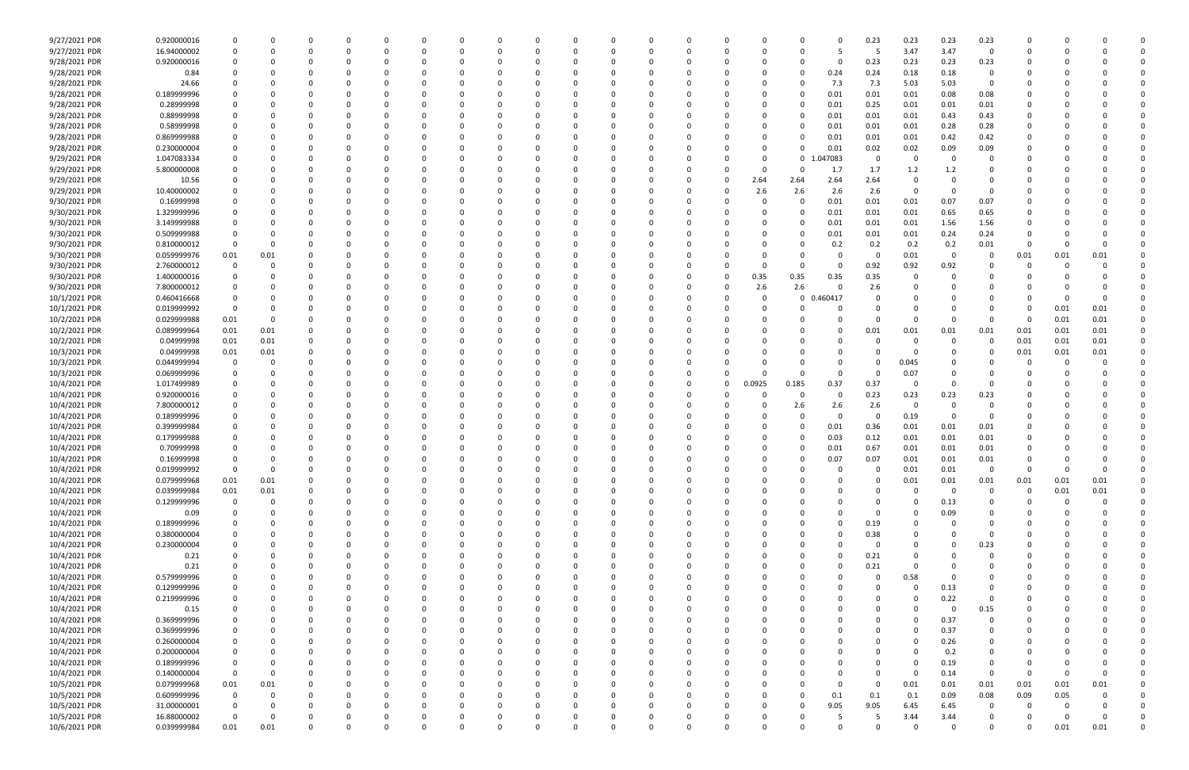| | | | | | | | | | | | | | | | | | | | | | | | | | | |
|---|---|---|---|---|---|---|---|---|---|---|---|---|---|---|---|---|---|---|---|---|---|---|---|---|---|---|
| 9/27/2021 PDR | 0.920000016 | 0 | 0 | 0 | 0 | 0 | 0 | 0 | 0 | 0 | 0 | 0 | 0 | 0 | 0 | 0 | 0 | 0.23 | 0.23 | 0.23 | 0.23 | 0 | 0 | 0 | 0 | 0 |
| 9/27/2021 PDR | 16.94000002 | 0 | 0 | 0 | 0 | 0 | 0 | 0 | 0 | 0 | 0 | 0 | 0 | 0 | 0 | 0 | 5 | 5 | 3.47 | 3.47 | 0 | 0 | 0 | 0 | 0 | 0 |
| 9/28/2021 PDR | 0.920000016 | 0 | 0 | 0 | 0 | 0 | 0 | 0 | 0 | 0 | 0 | 0 | 0 | 0 | 0 | 0 | 0 | 0.23 | 0.23 | 0.23 | 0.23 | 0 | 0 | 0 | 0 | 0 |
| 9/28/2021 PDR | 0.84 | 0 | 0 | 0 | 0 | 0 | 0 | 0 | 0 | 0 | 0 | 0 | 0 | 0 | 0 | 0 | 0.24 | 0.24 | 0.18 | 0.18 | 0 | 0 | 0 | 0 | 0 | 0 |
| 9/28/2021 PDR | 24.66 | 0 | 0 | 0 | 0 | 0 | 0 | 0 | 0 | 0 | 0 | 0 | 0 | 0 | 0 | 0 | 7.3 | 7.3 | 5.03 | 5.03 | 0 | 0 | 0 | 0 | 0 | 0 |
| 9/28/2021 PDR | 0.189999996 | 0 | 0 | 0 | 0 | 0 | 0 | 0 | 0 | 0 | 0 | 0 | 0 | 0 | 0 | 0 | 0.01 | 0.01 | 0.01 | 0.08 | 0.08 | 0 | 0 | 0 | 0 | 0 |
| 9/28/2021 PDR | 0.28999998 | 0 | 0 | 0 | 0 | 0 | 0 | 0 | 0 | 0 | 0 | 0 | 0 | 0 | 0 | 0 | 0.01 | 0.25 | 0.01 | 0.01 | 0.01 | 0 | 0 | 0 | 0 | 0 |
| 9/28/2021 PDR | 0.88999998 | 0 | 0 | 0 | 0 | 0 | 0 | 0 | 0 | 0 | 0 | 0 | 0 | 0 | 0 | 0 | 0.01 | 0.01 | 0.01 | 0.43 | 0.43 | 0 | 0 | 0 | 0 | 0 |
| 9/28/2021 PDR | 0.58999998 | 0 | 0 | 0 | 0 | 0 | 0 | 0 | 0 | 0 | 0 | 0 | 0 | 0 | 0 | 0 | 0.01 | 0.01 | 0.01 | 0.28 | 0.28 | 0 | 0 | 0 | 0 | 0 |
| 9/28/2021 PDR | 0.869999988 | 0 | 0 | 0 | 0 | 0 | 0 | 0 | 0 | 0 | 0 | 0 | 0 | 0 | 0 | 0 | 0.01 | 0.01 | 0.01 | 0.42 | 0.42 | 0 | 0 | 0 | 0 | 0 |
| 9/28/2021 PDR | 0.230000004 | 0 | 0 | 0 | 0 | 0 | 0 | 0 | 0 | 0 | 0 | 0 | 0 | 0 | 0 | 0 | 0.01 | 0.02 | 0.02 | 0.09 | 0.09 | 0 | 0 | 0 | 0 | 0 |
| 9/29/2021 PDR | 1.047083334 | 0 | 0 | 0 | 0 | 0 | 0 | 0 | 0 | 0 | 0 | 0 | 0 | 0 | 0 | 0 | 1.047083 | 0 | 0 | 0 | 0 | 0 | 0 | 0 | 0 | 0 |
| 9/29/2021 PDR | 5.800000008 | 0 | 0 | 0 | 0 | 0 | 0 | 0 | 0 | 0 | 0 | 0 | 0 | 0 | 0 | 0 | 1.7 | 1.7 | 1.2 | 1.2 | 0 | 0 | 0 | 0 | 0 | 0 |
| 9/29/2021 PDR | 10.56 | 0 | 0 | 0 | 0 | 0 | 0 | 0 | 0 | 0 | 0 | 0 | 0 | 0 | 0 | 2.64 | 2.64 | 2.64 | 2.64 | 0 | 0 | 0 | 0 | 0 | 0 | 0 |
| 9/29/2021 PDR | 10.40000002 | 0 | 0 | 0 | 0 | 0 | 0 | 0 | 0 | 0 | 0 | 0 | 0 | 0 | 0 | 2.6 | 2.6 | 2.6 | 2.6 | 0 | 0 | 0 | 0 | 0 | 0 | 0 |
| 9/30/2021 PDR | 0.16999998 | 0 | 0 | 0 | 0 | 0 | 0 | 0 | 0 | 0 | 0 | 0 | 0 | 0 | 0 | 0 | 0.01 | 0.01 | 0.01 | 0.07 | 0.07 | 0 | 0 | 0 | 0 | 0 |
| 9/30/2021 PDR | 1.329999996 | 0 | 0 | 0 | 0 | 0 | 0 | 0 | 0 | 0 | 0 | 0 | 0 | 0 | 0 | 0 | 0.01 | 0.01 | 0.01 | 0.65 | 0.65 | 0 | 0 | 0 | 0 | 0 |
| 9/30/2021 PDR | 3.149999988 | 0 | 0 | 0 | 0 | 0 | 0 | 0 | 0 | 0 | 0 | 0 | 0 | 0 | 0 | 0 | 0.01 | 0.01 | 0.01 | 1.56 | 1.56 | 0 | 0 | 0 | 0 | 0 |
| 9/30/2021 PDR | 0.509999988 | 0 | 0 | 0 | 0 | 0 | 0 | 0 | 0 | 0 | 0 | 0 | 0 | 0 | 0 | 0 | 0.01 | 0.01 | 0.01 | 0.24 | 0.24 | 0 | 0 | 0 | 0 | 0 |
| 9/30/2021 PDR | 0.810000012 | 0 | 0 | 0 | 0 | 0 | 0 | 0 | 0 | 0 | 0 | 0 | 0 | 0 | 0 | 0 | 0.2 | 0.2 | 0.2 | 0.01 | 0 | 0 | 0 | 0 | 0 | 0 |
| 9/30/2021 PDR | 0.059999976 | 0.01 | 0.01 | 0 | 0 | 0 | 0 | 0 | 0 | 0 | 0 | 0 | 0 | 0 | 0 | 0 | 0 | 0 | 0.01 | 0 | 0 | 0.01 | 0.01 | 0.01 | 0 | 0 |
| 9/30/2021 PDR | 2.760000012 | 0 | 0 | 0 | 0 | 0 | 0 | 0 | 0 | 0 | 0 | 0 | 0 | 0 | 0 | 0 | 0 | 0.92 | 0.92 | 0.92 | 0 | 0 | 0 | 0 | 0 | 0 |
| 9/30/2021 PDR | 1.400000016 | 0 | 0 | 0 | 0 | 0 | 0 | 0 | 0 | 0 | 0 | 0 | 0 | 0 | 0 | 0.35 | 0.35 | 0.35 | 0.35 | 0 | 0 | 0 | 0 | 0 | 0 | 0 |
| 9/30/2021 PDR | 7.800000012 | 0 | 0 | 0 | 0 | 0 | 0 | 0 | 0 | 0 | 0 | 0 | 0 | 0 | 0 | 2.6 | 2.6 | 0 | 2.6 | 0 | 0 | 0 | 0 | 0 | 0 | 0 |
| 10/1/2021 PDR | 0.460416668 | 0 | 0 | 0 | 0 | 0 | 0 | 0 | 0 | 0 | 0 | 0 | 0 | 0 | 0 | 0 | 0.460417 | 0 | 0 | 0 | 0 | 0 | 0 | 0 | 0 | 0 |
| 10/1/2021 PDR | 0.019999992 | 0 | 0 | 0 | 0 | 0 | 0 | 0 | 0 | 0 | 0 | 0 | 0 | 0 | 0 | 0 | 0 | 0 | 0 | 0 | 0 | 0 | 0.01 | 0.01 | 0 | 0 |
| 10/2/2021 PDR | 0.029999988 | 0.01 | 0 | 0 | 0 | 0 | 0 | 0 | 0 | 0 | 0 | 0 | 0 | 0 | 0 | 0 | 0 | 0 | 0 | 0 | 0 | 0 | 0.01 | 0.01 | 0 | 0 |
| 10/2/2021 PDR | 0.089999964 | 0.01 | 0.01 | 0 | 0 | 0 | 0 | 0 | 0 | 0 | 0 | 0 | 0 | 0 | 0 | 0 | 0 | 0.01 | 0.01 | 0.01 | 0.01 | 0.01 | 0.01 | 0.01 | 0 | 0 |
| 10/2/2021 PDR | 0.04999998 | 0.01 | 0.01 | 0 | 0 | 0 | 0 | 0 | 0 | 0 | 0 | 0 | 0 | 0 | 0 | 0 | 0 | 0 | 0 | 0 | 0 | 0.01 | 0.01 | 0.01 | 0 | 0 |
| 10/3/2021 PDR | 0.04999998 | 0.01 | 0.01 | 0 | 0 | 0 | 0 | 0 | 0 | 0 | 0 | 0 | 0 | 0 | 0 | 0 | 0 | 0 | 0 | 0 | 0 | 0.01 | 0.01 | 0.01 | 0 | 0 |
| 10/3/2021 PDR | 0.044999994 | 0 | 0 | 0 | 0 | 0 | 0 | 0 | 0 | 0 | 0 | 0 | 0 | 0 | 0 | 0 | 0 | 0 | 0.045 | 0 | 0 | 0 | 0 | 0 | 0 | 0 |
| 10/3/2021 PDR | 0.069999996 | 0 | 0 | 0 | 0 | 0 | 0 | 0 | 0 | 0 | 0 | 0 | 0 | 0 | 0 | 0 | 0 | 0 | 0.07 | 0 | 0 | 0 | 0 | 0 | 0 | 0 |
| 10/4/2021 PDR | 1.017499989 | 0 | 0 | 0 | 0 | 0 | 0 | 0 | 0 | 0 | 0 | 0 | 0 | 0 | 0 | 0.0925 | 0.185 | 0.37 | 0.37 | 0 | 0 | 0 | 0 | 0 | 0 | 0 |
| 10/4/2021 PDR | 0.920000016 | 0 | 0 | 0 | 0 | 0 | 0 | 0 | 0 | 0 | 0 | 0 | 0 | 0 | 0 | 0 | 0 | 0.23 | 0.23 | 0.23 | 0.23 | 0 | 0 | 0 | 0 | 0 |
| 10/4/2021 PDR | 7.800000012 | 0 | 0 | 0 | 0 | 0 | 0 | 0 | 0 | 0 | 0 | 0 | 0 | 0 | 0 | 0 | 2.6 | 2.6 | 2.6 | 0 | 0 | 0 | 0 | 0 | 0 | 0 |
| 10/4/2021 PDR | 0.189999996 | 0 | 0 | 0 | 0 | 0 | 0 | 0 | 0 | 0 | 0 | 0 | 0 | 0 | 0 | 0 | 0 | 0 | 0.19 | 0 | 0 | 0 | 0 | 0 | 0 | 0 |
| 10/4/2021 PDR | 0.399999984 | 0 | 0 | 0 | 0 | 0 | 0 | 0 | 0 | 0 | 0 | 0 | 0 | 0 | 0 | 0 | 0.01 | 0.36 | 0.01 | 0.01 | 0.01 | 0 | 0 | 0 | 0 | 0 |
| 10/4/2021 PDR | 0.179999988 | 0 | 0 | 0 | 0 | 0 | 0 | 0 | 0 | 0 | 0 | 0 | 0 | 0 | 0 | 0 | 0.03 | 0.12 | 0.01 | 0.01 | 0.01 | 0 | 0 | 0 | 0 | 0 |
| 10/4/2021 PDR | 0.70999998 | 0 | 0 | 0 | 0 | 0 | 0 | 0 | 0 | 0 | 0 | 0 | 0 | 0 | 0 | 0 | 0.01 | 0.67 | 0.01 | 0.01 | 0.01 | 0 | 0 | 0 | 0 | 0 |
| 10/4/2021 PDR | 0.16999998 | 0 | 0 | 0 | 0 | 0 | 0 | 0 | 0 | 0 | 0 | 0 | 0 | 0 | 0 | 0 | 0.07 | 0.07 | 0.01 | 0.01 | 0.01 | 0 | 0 | 0 | 0 | 0 |
| 10/4/2021 PDR | 0.019999992 | 0 | 0 | 0 | 0 | 0 | 0 | 0 | 0 | 0 | 0 | 0 | 0 | 0 | 0 | 0 | 0 | 0 | 0.01 | 0.01 | 0 | 0 | 0 | 0 | 0 | 0 |
| 10/4/2021 PDR | 0.079999968 | 0.01 | 0.01 | 0 | 0 | 0 | 0 | 0 | 0 | 0 | 0 | 0 | 0 | 0 | 0 | 0 | 0 | 0 | 0.01 | 0.01 | 0.01 | 0.01 | 0.01 | 0.01 | 0 | 0 |
| 10/4/2021 PDR | 0.039999984 | 0.01 | 0.01 | 0 | 0 | 0 | 0 | 0 | 0 | 0 | 0 | 0 | 0 | 0 | 0 | 0 | 0 | 0 | 0 | 0 | 0 | 0 | 0.01 | 0.01 | 0 | 0 |
| 10/4/2021 PDR | 0.129999996 | 0 | 0 | 0 | 0 | 0 | 0 | 0 | 0 | 0 | 0 | 0 | 0 | 0 | 0 | 0 | 0 | 0 | 0 | 0.13 | 0 | 0 | 0 | 0 | 0 | 0 |
| 10/4/2021 PDR | 0.09 | 0 | 0 | 0 | 0 | 0 | 0 | 0 | 0 | 0 | 0 | 0 | 0 | 0 | 0 | 0 | 0 | 0 | 0 | 0.09 | 0 | 0 | 0 | 0 | 0 | 0 |
| 10/4/2021 PDR | 0.189999996 | 0 | 0 | 0 | 0 | 0 | 0 | 0 | 0 | 0 | 0 | 0 | 0 | 0 | 0 | 0 | 0 | 0.19 | 0 | 0 | 0 | 0 | 0 | 0 | 0 | 0 |
| 10/4/2021 PDR | 0.380000004 | 0 | 0 | 0 | 0 | 0 | 0 | 0 | 0 | 0 | 0 | 0 | 0 | 0 | 0 | 0 | 0 | 0.38 | 0 | 0 | 0 | 0 | 0 | 0 | 0 | 0 |
| 10/4/2021 PDR | 0.230000004 | 0 | 0 | 0 | 0 | 0 | 0 | 0 | 0 | 0 | 0 | 0 | 0 | 0 | 0 | 0 | 0 | 0 | 0 | 0 | 0.23 | 0 | 0 | 0 | 0 | 0 |
| 10/4/2021 PDR | 0.21 | 0 | 0 | 0 | 0 | 0 | 0 | 0 | 0 | 0 | 0 | 0 | 0 | 0 | 0 | 0 | 0 | 0.21 | 0 | 0 | 0 | 0 | 0 | 0 | 0 | 0 |
| 10/4/2021 PDR | 0.21 | 0 | 0 | 0 | 0 | 0 | 0 | 0 | 0 | 0 | 0 | 0 | 0 | 0 | 0 | 0 | 0 | 0.21 | 0 | 0 | 0 | 0 | 0 | 0 | 0 | 0 |
| 10/4/2021 PDR | 0.579999996 | 0 | 0 | 0 | 0 | 0 | 0 | 0 | 0 | 0 | 0 | 0 | 0 | 0 | 0 | 0 | 0 | 0 | 0.58 | 0 | 0 | 0 | 0 | 0 | 0 | 0 |
| 10/4/2021 PDR | 0.129999996 | 0 | 0 | 0 | 0 | 0 | 0 | 0 | 0 | 0 | 0 | 0 | 0 | 0 | 0 | 0 | 0 | 0 | 0 | 0.13 | 0 | 0 | 0 | 0 | 0 | 0 |
| 10/4/2021 PDR | 0.219999996 | 0 | 0 | 0 | 0 | 0 | 0 | 0 | 0 | 0 | 0 | 0 | 0 | 0 | 0 | 0 | 0 | 0 | 0 | 0.22 | 0 | 0 | 0 | 0 | 0 | 0 |
| 10/4/2021 PDR | 0.15 | 0 | 0 | 0 | 0 | 0 | 0 | 0 | 0 | 0 | 0 | 0 | 0 | 0 | 0 | 0 | 0 | 0 | 0 | 0 | 0.15 | 0 | 0 | 0 | 0 | 0 |
| 10/4/2021 PDR | 0.369999996 | 0 | 0 | 0 | 0 | 0 | 0 | 0 | 0 | 0 | 0 | 0 | 0 | 0 | 0 | 0 | 0 | 0 | 0 | 0.37 | 0 | 0 | 0 | 0 | 0 | 0 |
| 10/4/2021 PDR | 0.369999996 | 0 | 0 | 0 | 0 | 0 | 0 | 0 | 0 | 0 | 0 | 0 | 0 | 0 | 0 | 0 | 0 | 0 | 0 | 0.37 | 0 | 0 | 0 | 0 | 0 | 0 |
| 10/4/2021 PDR | 0.260000004 | 0 | 0 | 0 | 0 | 0 | 0 | 0 | 0 | 0 | 0 | 0 | 0 | 0 | 0 | 0 | 0 | 0 | 0 | 0.26 | 0 | 0 | 0 | 0 | 0 | 0 |
| 10/4/2021 PDR | 0.200000004 | 0 | 0 | 0 | 0 | 0 | 0 | 0 | 0 | 0 | 0 | 0 | 0 | 0 | 0 | 0 | 0 | 0 | 0 | 0.2 | 0 | 0 | 0 | 0 | 0 | 0 |
| 10/4/2021 PDR | 0.189999996 | 0 | 0 | 0 | 0 | 0 | 0 | 0 | 0 | 0 | 0 | 0 | 0 | 0 | 0 | 0 | 0 | 0 | 0 | 0.19 | 0 | 0 | 0 | 0 | 0 | 0 |
| 10/4/2021 PDR | 0.140000004 | 0 | 0 | 0 | 0 | 0 | 0 | 0 | 0 | 0 | 0 | 0 | 0 | 0 | 0 | 0 | 0 | 0 | 0 | 0.14 | 0 | 0 | 0 | 0 | 0 | 0 |
| 10/5/2021 PDR | 0.079999968 | 0.01 | 0.01 | 0 | 0 | 0 | 0 | 0 | 0 | 0 | 0 | 0 | 0 | 0 | 0 | 0 | 0 | 0 | 0.01 | 0.01 | 0.01 | 0.01 | 0.01 | 0.01 | 0 | 0 |
| 10/5/2021 PDR | 0.609999996 | 0 | 0 | 0 | 0 | 0 | 0 | 0 | 0 | 0 | 0 | 0 | 0 | 0 | 0 | 0 | 0.1 | 0.1 | 0.1 | 0.09 | 0.08 | 0.09 | 0.05 | 0 | 0 | 0 |
| 10/5/2021 PDR | 31.00000001 | 0 | 0 | 0 | 0 | 0 | 0 | 0 | 0 | 0 | 0 | 0 | 0 | 0 | 0 | 0 | 9.05 | 9.05 | 6.45 | 6.45 | 0 | 0 | 0 | 0 | 0 | 0 |
| 10/5/2021 PDR | 16.88000002 | 0 | 0 | 0 | 0 | 0 | 0 | 0 | 0 | 0 | 0 | 0 | 0 | 0 | 0 | 0 | 5 | 5 | 3.44 | 3.44 | 0 | 0 | 0 | 0 | 0 | 0 |
| 10/6/2021 PDR | 0.039999984 | 0.01 | 0.01 | 0 | 0 | 0 | 0 | 0 | 0 | 0 | 0 | 0 | 0 | 0 | 0 | 0 | 0 | 0 | 0 | 0 | 0 | 0 | 0.01 | 0.01 | 0 | 0 |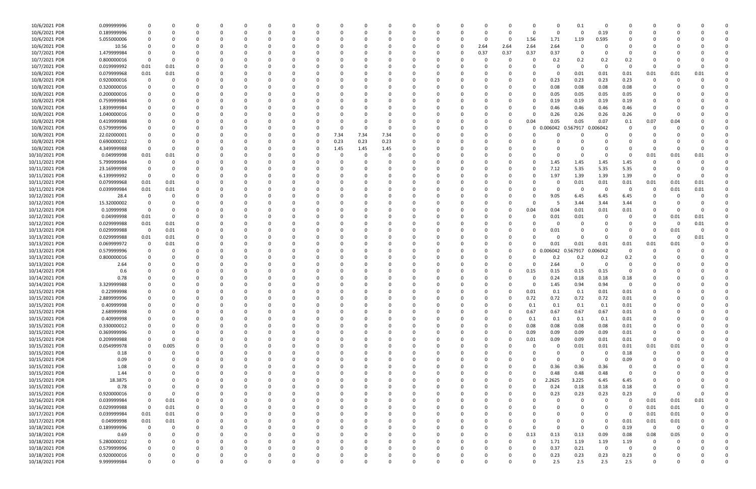| | | | | | | | | | | | | | | | | | | | | | | | | | | | | | | | | | | |
|---|---|---|---|---|---|---|---|---|---|---|---|---|---|---|---|---|---|---|---|---|---|---|---|---|---|---|---|---|---|---|---|---|---|---|
| 10/6/2021 | PDR | 0.099999996 | 0 | 0 | 0 | 0 | 0 | 0 | 0 | 0 | 0 | 0 | 0 | 0 | 0 | 0 | 0 | 0 | 0 | 0 | 0 | 0 | 0 | 0 | 0 | 0 | 0.1 | 0 | 0 | 0 | 0 | 0 | 0 | 0 |
| 10/6/2021 | PDR | 0.189999996 | 0 | 0 | 0 | 0 | 0 | 0 | 0 | 0 | 0 | 0 | 0 | 0 | 0 | 0 | 0 | 0 | 0 | 0 | 0 | 0 | 0 | 0 | 0 | 0 | 0 | 0.19 | 0 | 0 | 0 | 0 | 0 | 0 |
| 10/6/2021 | PDR | 5.055000006 | 0 | 0 | 0 | 0 | 0 | 0 | 0 | 0 | 0 | 0 | 0 | 0 | 0 | 0 | 0 | 0 | 0 | 0 | 0 | 0 | 0 | 0 | 1.56 | 1.71 | 1.19 | 0.595 | 0 | 0 | 0 | 0 | 0 | 0 |
| 10/6/2021 | PDR | 10.56 | 0 | 0 | 0 | 0 | 0 | 0 | 0 | 0 | 0 | 0 | 0 | 0 | 0 | 0 | 0 | 0 | 0 | 0 | 0 | 2.64 | 2.64 | 2.64 | 2.64 | 0 | 0 | 0 | 0 | 0 | 0 | 0 | 0 | 0 |
| 10/7/2021 | PDR | 1.479999984 | 0 | 0 | 0 | 0 | 0 | 0 | 0 | 0 | 0 | 0 | 0 | 0 | 0 | 0 | 0 | 0 | 0 | 0 | 0 | 0.37 | 0.37 | 0.37 | 0.37 | 0 | 0 | 0 | 0 | 0 | 0 | 0 | 0 | 0 |
| 10/7/2021 | PDR | 0.800000016 | 0 | 0 | 0 | 0 | 0 | 0 | 0 | 0 | 0 | 0 | 0 | 0 | 0 | 0 | 0 | 0 | 0 | 0 | 0 | 0 | 0 | 0 | 0 | 0.2 | 0.2 | 0.2 | 0.2 | 0 | 0 | 0 | 0 | 0 |
| 10/7/2021 | PDR | 0.019999992 | 0.01 | 0.01 | 0 | 0 | 0 | 0 | 0 | 0 | 0 | 0 | 0 | 0 | 0 | 0 | 0 | 0 | 0 | 0 | 0 | 0 | 0 | 0 | 0 | 0 | 0 | 0 | 0 | 0 | 0 | 0 | 0 | 0 |
| 10/8/2021 | PDR | 0.079999968 | 0.01 | 0.01 | 0 | 0 | 0 | 0 | 0 | 0 | 0 | 0 | 0 | 0 | 0 | 0 | 0 | 0 | 0 | 0 | 0 | 0 | 0 | 0 | 0 | 0 | 0.01 | 0.01 | 0.01 | 0.01 | 0.01 | 0.01 | 0 | 0 |
| 10/8/2021 | PDR | 0.920000016 | 0 | 0 | 0 | 0 | 0 | 0 | 0 | 0 | 0 | 0 | 0 | 0 | 0 | 0 | 0 | 0 | 0 | 0 | 0 | 0 | 0 | 0 | 0 | 0.23 | 0.23 | 0.23 | 0.23 | 0 | 0 | 0 | 0 | 0 |
| 10/8/2021 | PDR | 0.320000016 | 0 | 0 | 0 | 0 | 0 | 0 | 0 | 0 | 0 | 0 | 0 | 0 | 0 | 0 | 0 | 0 | 0 | 0 | 0 | 0 | 0 | 0 | 0 | 0.08 | 0.08 | 0.08 | 0.08 | 0 | 0 | 0 | 0 | 0 |
| 10/8/2021 | PDR | 0.200000016 | 0 | 0 | 0 | 0 | 0 | 0 | 0 | 0 | 0 | 0 | 0 | 0 | 0 | 0 | 0 | 0 | 0 | 0 | 0 | 0 | 0 | 0 | 0 | 0.05 | 0.05 | 0.05 | 0.05 | 0 | 0 | 0 | 0 | 0 |
| 10/8/2021 | PDR | 0.759999984 | 0 | 0 | 0 | 0 | 0 | 0 | 0 | 0 | 0 | 0 | 0 | 0 | 0 | 0 | 0 | 0 | 0 | 0 | 0 | 0 | 0 | 0 | 0 | 0.19 | 0.19 | 0.19 | 0.19 | 0 | 0 | 0 | 0 | 0 |
| 10/8/2021 | PDR | 1.839999984 | 0 | 0 | 0 | 0 | 0 | 0 | 0 | 0 | 0 | 0 | 0 | 0 | 0 | 0 | 0 | 0 | 0 | 0 | 0 | 0 | 0 | 0 | 0 | 0.46 | 0.46 | 0.46 | 0.46 | 0 | 0 | 0 | 0 | 0 |
| 10/8/2021 | PDR | 1.040000016 | 0 | 0 | 0 | 0 | 0 | 0 | 0 | 0 | 0 | 0 | 0 | 0 | 0 | 0 | 0 | 0 | 0 | 0 | 0 | 0 | 0 | 0 | 0 | 0.26 | 0.26 | 0.26 | 0.26 | 0 | 0 | 0 | 0 | 0 |
| 10/8/2021 | PDR | 0.419999988 | 0 | 0 | 0 | 0 | 0 | 0 | 0 | 0 | 0 | 0 | 0 | 0 | 0 | 0 | 0 | 0 | 0 | 0 | 0 | 0 | 0 | 0 | 0.04 | 0.05 | 0.05 | 0.07 | 0.1 | 0.07 | 0.04 | 0 | 0 | 0 |
| 10/8/2021 | PDR | 0.579999996 | 0 | 0 | 0 | 0 | 0 | 0 | 0 | 0 | 0 | 0 | 0 | 0 | 0 | 0 | 0 | 0 | 0 | 0 | 0 | 0 | 0 | 0 | 0 | 0.006042 | 0.567917 | 0.006042 | 0 | 0 | 0 | 0 | 0 | 0 |
| 10/8/2021 | PDR | 22.02000001 | 0 | 0 | 0 | 0 | 0 | 0 | 0 | 0 | 0 | 0 | 0 | 7.34 | 7.34 | 7.34 | 0 | 0 | 0 | 0 | 0 | 0 | 0 | 0 | 0 | 0 | 0 | 0 | 0 | 0 | 0 | 0 | 0 | 0 |
| 10/8/2021 | PDR | 0.690000012 | 0 | 0 | 0 | 0 | 0 | 0 | 0 | 0 | 0 | 0 | 0 | 0.23 | 0.23 | 0.23 | 0 | 0 | 0 | 0 | 0 | 0 | 0 | 0 | 0 | 0 | 0 | 0 | 0 | 0 | 0 | 0 | 0 | 0 |
| 10/8/2021 | PDR | 4.349999988 | 0 | 0 | 0 | 0 | 0 | 0 | 0 | 0 | 0 | 0 | 0 | 1.45 | 1.45 | 1.45 | 0 | 0 | 0 | 0 | 0 | 0 | 0 | 0 | 0 | 0 | 0 | 0 | 0 | 0 | 0 | 0 | 0 | 0 |
| 10/10/2021 | PDR | 0.04999998 | 0.01 | 0.01 | 0 | 0 | 0 | 0 | 0 | 0 | 0 | 0 | 0 | 0 | 0 | 0 | 0 | 0 | 0 | 0 | 0 | 0 | 0 | 0 | 0 | 0 | 0 | 0 | 0 | 0.01 | 0.01 | 0.01 | 0 | 0 |
| 10/11/2021 | PDR | 5.799999984 | 0 | 0 | 0 | 0 | 0 | 0 | 0 | 0 | 0 | 0 | 0 | 0 | 0 | 0 | 0 | 0 | 0 | 0 | 0 | 0 | 0 | 0 | 0 | 1.45 | 1.45 | 1.45 | 1.45 | 0 | 0 | 0 | 0 | 0 |
| 10/11/2021 | PDR | 23.16999998 | 0 | 0 | 0 | 0 | 0 | 0 | 0 | 0 | 0 | 0 | 0 | 0 | 0 | 0 | 0 | 0 | 0 | 0 | 0 | 0 | 0 | 0 | 0 | 7.12 | 5.35 | 5.35 | 5.35 | 0 | 0 | 0 | 0 | 0 |
| 10/11/2021 | PDR | 6.139999992 | 0 | 0 | 0 | 0 | 0 | 0 | 0 | 0 | 0 | 0 | 0 | 0 | 0 | 0 | 0 | 0 | 0 | 0 | 0 | 0 | 0 | 0 | 0 | 1.97 | 1.39 | 1.39 | 1.39 | 0 | 0 | 0 | 0 | 0 |
| 10/11/2021 | PDR | 0.079999968 | 0.01 | 0.01 | 0 | 0 | 0 | 0 | 0 | 0 | 0 | 0 | 0 | 0 | 0 | 0 | 0 | 0 | 0 | 0 | 0 | 0 | 0 | 0 | 0 | 0 | 0.01 | 0.01 | 0.01 | 0.01 | 0.01 | 0.01 | 0 | 0 |
| 10/11/2021 | PDR | 0.039999984 | 0.01 | 0.01 | 0 | 0 | 0 | 0 | 0 | 0 | 0 | 0 | 0 | 0 | 0 | 0 | 0 | 0 | 0 | 0 | 0 | 0 | 0 | 0 | 0 | 0 | 0 | 0 | 0 | 0 | 0.01 | 0.01 | 0 | 0 |
| 10/12/2021 | PDR | 28.4 | 0 | 0 | 0 | 0 | 0 | 0 | 0 | 0 | 0 | 0 | 0 | 0 | 0 | 0 | 0 | 0 | 0 | 0 | 0 | 0 | 0 | 0 | 0 | 9.05 | 6.45 | 6.45 | 6.45 | 0 | 0 | 0 | 0 | 0 |
| 10/12/2021 | PDR | 15.32000002 | 0 | 0 | 0 | 0 | 0 | 0 | 0 | 0 | 0 | 0 | 0 | 0 | 0 | 0 | 0 | 0 | 0 | 0 | 0 | 0 | 0 | 0 | 0 | 5 | 3.44 | 3.44 | 3.44 | 0 | 0 | 0 | 0 | 0 |
| 10/12/2021 | PDR | 0.10999998 | 0 | 0 | 0 | 0 | 0 | 0 | 0 | 0 | 0 | 0 | 0 | 0 | 0 | 0 | 0 | 0 | 0 | 0 | 0 | 0 | 0 | 0 | 0.04 | 0.04 | 0.01 | 0.01 | 0.01 | 0 | 0 | 0 | 0 | 0 |
| 10/12/2021 | PDR | 0.04999998 | 0.01 | 0 | 0 | 0 | 0 | 0 | 0 | 0 | 0 | 0 | 0 | 0 | 0 | 0 | 0 | 0 | 0 | 0 | 0 | 0 | 0 | 0 | 0 | 0.01 | 0.01 | 0 | 0 | 0 | 0.01 | 0.01 | 0 | 0 |
| 10/12/2021 | PDR | 0.029999988 | 0.01 | 0.01 | 0 | 0 | 0 | 0 | 0 | 0 | 0 | 0 | 0 | 0 | 0 | 0 | 0 | 0 | 0 | 0 | 0 | 0 | 0 | 0 | 0 | 0 | 0 | 0 | 0 | 0 | 0 | 0.01 | 0 | 0 |
| 10/13/2021 | PDR | 0.029999988 | 0 | 0.01 | 0 | 0 | 0 | 0 | 0 | 0 | 0 | 0 | 0 | 0 | 0 | 0 | 0 | 0 | 0 | 0 | 0 | 0 | 0 | 0 | 0 | 0.01 | 0 | 0 | 0 | 0 | 0.01 | 0 | 0 | 0 |
| 10/13/2021 | PDR | 0.029999988 | 0.01 | 0.01 | 0 | 0 | 0 | 0 | 0 | 0 | 0 | 0 | 0 | 0 | 0 | 0 | 0 | 0 | 0 | 0 | 0 | 0 | 0 | 0 | 0 | 0 | 0 | 0 | 0 | 0 | 0 | 0.01 | 0 | 0 |
| 10/13/2021 | PDR | 0.069999972 | 0 | 0.01 | 0 | 0 | 0 | 0 | 0 | 0 | 0 | 0 | 0 | 0 | 0 | 0 | 0 | 0 | 0 | 0 | 0 | 0 | 0 | 0 | 0 | 0.01 | 0.01 | 0.01 | 0.01 | 0.01 | 0.01 | 0 | 0 | 0 |
| 10/13/2021 | PDR | 0.579999996 | 0 | 0 | 0 | 0 | 0 | 0 | 0 | 0 | 0 | 0 | 0 | 0 | 0 | 0 | 0 | 0 | 0 | 0 | 0 | 0 | 0 | 0 | 0 | 0.006042 | 0.567917 | 0.006042 | 0 | 0 | 0 | 0 | 0 | 0 |
| 10/13/2021 | PDR | 0.800000016 | 0 | 0 | 0 | 0 | 0 | 0 | 0 | 0 | 0 | 0 | 0 | 0 | 0 | 0 | 0 | 0 | 0 | 0 | 0 | 0 | 0 | 0 | 0 | 0.2 | 0.2 | 0.2 | 0.2 | 0 | 0 | 0 | 0 | 0 |
| 10/13/2021 | PDR | 2.64 | 0 | 0 | 0 | 0 | 0 | 0 | 0 | 0 | 0 | 0 | 0 | 0 | 0 | 0 | 0 | 0 | 0 | 0 | 0 | 0 | 0 | 0 | 0 | 2.64 | 0 | 0 | 0 | 0 | 0 | 0 | 0 | 0 |
| 10/14/2021 | PDR | 0.6 | 0 | 0 | 0 | 0 | 0 | 0 | 0 | 0 | 0 | 0 | 0 | 0 | 0 | 0 | 0 | 0 | 0 | 0 | 0 | 0 | 0 | 0 | 0.15 | 0.15 | 0.15 | 0.15 | 0 | 0 | 0 | 0 | 0 | 0 |
| 10/14/2021 | PDR | 0.78 | 0 | 0 | 0 | 0 | 0 | 0 | 0 | 0 | 0 | 0 | 0 | 0 | 0 | 0 | 0 | 0 | 0 | 0 | 0 | 0 | 0 | 0 | 0 | 0.24 | 0.18 | 0.18 | 0.18 | 0 | 0 | 0 | 0 | 0 |
| 10/14/2021 | PDR | 3.329999988 | 0 | 0 | 0 | 0 | 0 | 0 | 0 | 0 | 0 | 0 | 0 | 0 | 0 | 0 | 0 | 0 | 0 | 0 | 0 | 0 | 0 | 0 | 0 | 1.45 | 0.94 | 0.94 | 0 | 0 | 0 | 0 | 0 | 0 |
| 10/15/2021 | PDR | 0.22999998 | 0 | 0 | 0 | 0 | 0 | 0 | 0 | 0 | 0 | 0 | 0 | 0 | 0 | 0 | 0 | 0 | 0 | 0 | 0 | 0 | 0 | 0 | 0.01 | 0.1 | 0.1 | 0.01 | 0.01 | 0 | 0 | 0 | 0 | 0 |
| 10/15/2021 | PDR | 2.889999996 | 0 | 0 | 0 | 0 | 0 | 0 | 0 | 0 | 0 | 0 | 0 | 0 | 0 | 0 | 0 | 0 | 0 | 0 | 0 | 0 | 0 | 0 | 0.72 | 0.72 | 0.72 | 0.72 | 0.01 | 0 | 0 | 0 | 0 | 0 |
| 10/15/2021 | PDR | 0.40999998 | 0 | 0 | 0 | 0 | 0 | 0 | 0 | 0 | 0 | 0 | 0 | 0 | 0 | 0 | 0 | 0 | 0 | 0 | 0 | 0 | 0 | 0 | 0.1 | 0.1 | 0.1 | 0.1 | 0.01 | 0 | 0 | 0 | 0 | 0 |
| 10/15/2021 | PDR | 2.68999998 | 0 | 0 | 0 | 0 | 0 | 0 | 0 | 0 | 0 | 0 | 0 | 0 | 0 | 0 | 0 | 0 | 0 | 0 | 0 | 0 | 0 | 0 | 0.67 | 0.67 | 0.67 | 0.67 | 0.01 | 0 | 0 | 0 | 0 | 0 |
| 10/15/2021 | PDR | 0.40999998 | 0 | 0 | 0 | 0 | 0 | 0 | 0 | 0 | 0 | 0 | 0 | 0 | 0 | 0 | 0 | 0 | 0 | 0 | 0 | 0 | 0 | 0 | 0.1 | 0.1 | 0.1 | 0.1 | 0.01 | 0 | 0 | 0 | 0 | 0 |
| 10/15/2021 | PDR | 0.330000012 | 0 | 0 | 0 | 0 | 0 | 0 | 0 | 0 | 0 | 0 | 0 | 0 | 0 | 0 | 0 | 0 | 0 | 0 | 0 | 0 | 0 | 0 | 0.08 | 0.08 | 0.08 | 0.08 | 0.01 | 0 | 0 | 0 | 0 | 0 |
| 10/15/2021 | PDR | 0.369999996 | 0 | 0 | 0 | 0 | 0 | 0 | 0 | 0 | 0 | 0 | 0 | 0 | 0 | 0 | 0 | 0 | 0 | 0 | 0 | 0 | 0 | 0 | 0.09 | 0.09 | 0.09 | 0.09 | 0.01 | 0 | 0 | 0 | 0 | 0 |
| 10/15/2021 | PDR | 0.209999988 | 0 | 0 | 0 | 0 | 0 | 0 | 0 | 0 | 0 | 0 | 0 | 0 | 0 | 0 | 0 | 0 | 0 | 0 | 0 | 0 | 0 | 0 | 0.01 | 0.09 | 0.09 | 0.01 | 0.01 | 0 | 0 | 0 | 0 | 0 |
| 10/15/2021 | PDR | 0.054999978 | 0 | 0.005 | 0 | 0 | 0 | 0 | 0 | 0 | 0 | 0 | 0 | 0 | 0 | 0 | 0 | 0 | 0 | 0 | 0 | 0 | 0 | 0 | 0 | 0 | 0.01 | 0.01 | 0.01 | 0.01 | 0.01 | 0 | 0 | 0 |
| 10/15/2021 | PDR | 0.18 | 0 | 0 | 0 | 0 | 0 | 0 | 0 | 0 | 0 | 0 | 0 | 0 | 0 | 0 | 0 | 0 | 0 | 0 | 0 | 0 | 0 | 0 | 0 | 0 | 0 | 0 | 0.18 | 0 | 0 | 0 | 0 | 0 |
| 10/15/2021 | PDR | 0.09 | 0 | 0 | 0 | 0 | 0 | 0 | 0 | 0 | 0 | 0 | 0 | 0 | 0 | 0 | 0 | 0 | 0 | 0 | 0 | 0 | 0 | 0 | 0 | 0 | 0 | 0 | 0.09 | 0 | 0 | 0 | 0 | 0 |
| 10/15/2021 | PDR | 1.08 | 0 | 0 | 0 | 0 | 0 | 0 | 0 | 0 | 0 | 0 | 0 | 0 | 0 | 0 | 0 | 0 | 0 | 0 | 0 | 0 | 0 | 0 | 0 | 0.36 | 0.36 | 0.36 | 0 | 0 | 0 | 0 | 0 | 0 |
| 10/15/2021 | PDR | 1.44 | 0 | 0 | 0 | 0 | 0 | 0 | 0 | 0 | 0 | 0 | 0 | 0 | 0 | 0 | 0 | 0 | 0 | 0 | 0 | 0 | 0 | 0 | 0 | 0.48 | 0.48 | 0.48 | 0 | 0 | 0 | 0 | 0 | 0 |
| 10/15/2021 | PDR | 18.3875 | 0 | 0 | 0 | 0 | 0 | 0 | 0 | 0 | 0 | 0 | 0 | 0 | 0 | 0 | 0 | 0 | 0 | 0 | 0 | 0 | 0 | 0 | 0 | 2.2625 | 3.225 | 6.45 | 6.45 | 0 | 0 | 0 | 0 | 0 |
| 10/15/2021 | PDR | 0.78 | 0 | 0 | 0 | 0 | 0 | 0 | 0 | 0 | 0 | 0 | 0 | 0 | 0 | 0 | 0 | 0 | 0 | 0 | 0 | 0 | 0 | 0 | 0 | 0.24 | 0.18 | 0.18 | 0.18 | 0 | 0 | 0 | 0 | 0 |
| 10/15/2021 | PDR | 0.920000016 | 0 | 0 | 0 | 0 | 0 | 0 | 0 | 0 | 0 | 0 | 0 | 0 | 0 | 0 | 0 | 0 | 0 | 0 | 0 | 0 | 0 | 0 | 0 | 0.23 | 0.23 | 0.23 | 0.23 | 0 | 0 | 0 | 0 | 0 |
| 10/16/2021 | PDR | 0.039999984 | 0 | 0.01 | 0 | 0 | 0 | 0 | 0 | 0 | 0 | 0 | 0 | 0 | 0 | 0 | 0 | 0 | 0 | 0 | 0 | 0 | 0 | 0 | 0 | 0 | 0 | 0 | 0 | 0.01 | 0.01 | 0.01 | 0 | 0 |
| 10/16/2021 | PDR | 0.029999988 | 0 | 0.01 | 0 | 0 | 0 | 0 | 0 | 0 | 0 | 0 | 0 | 0 | 0 | 0 | 0 | 0 | 0 | 0 | 0 | 0 | 0 | 0 | 0 | 0 | 0 | 0 | 0 | 0.01 | 0.01 | 0 | 0 | 0 |
| 10/17/2021 | PDR | 0.039999984 | 0.01 | 0.01 | 0 | 0 | 0 | 0 | 0 | 0 | 0 | 0 | 0 | 0 | 0 | 0 | 0 | 0 | 0 | 0 | 0 | 0 | 0 | 0 | 0 | 0 | 0 | 0 | 0 | 0.01 | 0.01 | 0 | 0 | 0 |
| 10/17/2021 | PDR | 0.04999998 | 0.01 | 0.01 | 0 | 0 | 0 | 0 | 0 | 0 | 0 | 0 | 0 | 0 | 0 | 0 | 0 | 0 | 0 | 0 | 0 | 0 | 0 | 0 | 0 | 0 | 0 | 0 | 0.01 | 0.01 | 0.01 | 0 | 0 | 0 |
| 10/18/2021 | PDR | 0.189999996 | 0 | 0 | 0 | 0 | 0 | 0 | 0 | 0 | 0 | 0 | 0 | 0 | 0 | 0 | 0 | 0 | 0 | 0 | 0 | 0 | 0 | 0 | 0 | 0 | 0 | 0 | 0.19 | 0 | 0 | 0 | 0 | 0 |
| 10/18/2021 | PDR | 0.69 | 0 | 0 | 0 | 0 | 0 | 0 | 0 | 0 | 0 | 0 | 0 | 0 | 0 | 0 | 0 | 0 | 0 | 0 | 0 | 0 | 0 | 0 | 0.13 | 0.13 | 0.13 | 0.09 | 0.08 | 0.08 | 0.05 | 0 | 0 | 0 |
| 10/18/2021 | PDR | 5.280000012 | 0 | 0 | 0 | 0 | 0 | 0 | 0 | 0 | 0 | 0 | 0 | 0 | 0 | 0 | 0 | 0 | 0 | 0 | 0 | 0 | 0 | 0 | 0 | 1.71 | 1.19 | 1.19 | 1.19 | 0 | 0 | 0 | 0 | 0 |
| 10/18/2021 | PDR | 0.579999996 | 0 | 0 | 0 | 0 | 0 | 0 | 0 | 0 | 0 | 0 | 0 | 0 | 0 | 0 | 0 | 0 | 0 | 0 | 0 | 0 | 0 | 0 | 0 | 0.37 | 0.21 | 0 | 0 | 0 | 0 | 0 | 0 | 0 |
| 10/18/2021 | PDR | 0.920000016 | 0 | 0 | 0 | 0 | 0 | 0 | 0 | 0 | 0 | 0 | 0 | 0 | 0 | 0 | 0 | 0 | 0 | 0 | 0 | 0 | 0 | 0 | 0 | 0.23 | 0.23 | 0.23 | 0.23 | 0 | 0 | 0 | 0 | 0 |
| 10/18/2021 | PDR | 9.999999984 | 0 | 0 | 0 | 0 | 0 | 0 | 0 | 0 | 0 | 0 | 0 | 0 | 0 | 0 | 0 | 0 | 0 | 0 | 0 | 0 | 0 | 0 | 0 | 2.5 | 2.5 | 2.5 | 2.5 | 0 | 0 | 0 | 0 | 0 |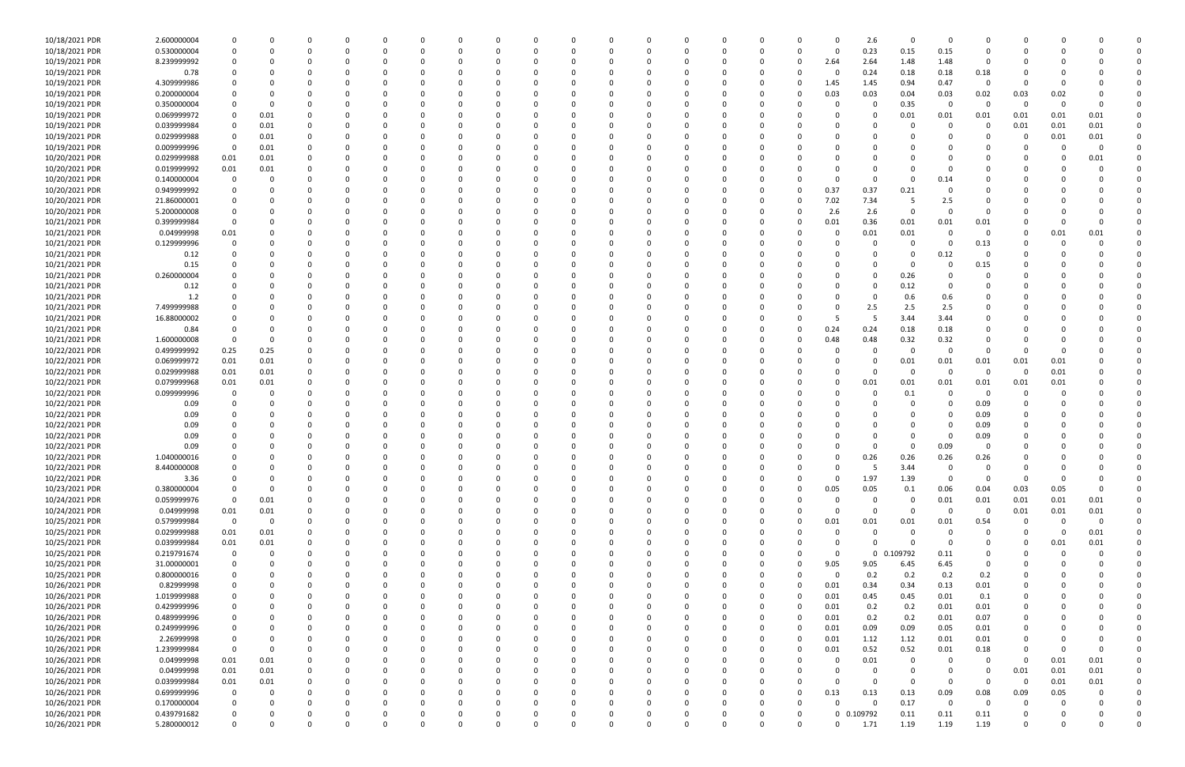| | | | | | | | | | | | | | | | | | | | | | | | | | |
|---|---|---|---|---|---|---|---|---|---|---|---|---|---|---|---|---|---|---|---|---|---|---|---|---|---|
| 10/18/2021 PDR | 2.600000004 | 0 | 0 | 0 | 0 | 0 | 0 | 0 | 0 | 0 | 0 | 0 | 0 | 0 | 0 | 0 | 0 | 2.6 | 0 | 0 | 0 | 0 | 0 | 0 | 0 |
| 10/18/2021 PDR | 0.530000004 | 0 | 0 | 0 | 0 | 0 | 0 | 0 | 0 | 0 | 0 | 0 | 0 | 0 | 0 | 0 | 0 | 0.23 | 0.15 | 0.15 | 0 | 0 | 0 | 0 | 0 |
| 10/19/2021 PDR | 8.239999992 | 0 | 0 | 0 | 0 | 0 | 0 | 0 | 0 | 0 | 0 | 0 | 0 | 0 | 0 | 0 | 2.64 | 2.64 | 1.48 | 1.48 | 0 | 0 | 0 | 0 | 0 |
| 10/19/2021 PDR | 0.78 | 0 | 0 | 0 | 0 | 0 | 0 | 0 | 0 | 0 | 0 | 0 | 0 | 0 | 0 | 0 | 0 | 0.24 | 0.18 | 0.18 | 0.18 | 0 | 0 | 0 | 0 |
| 10/19/2021 PDR | 4.309999986 | 0 | 0 | 0 | 0 | 0 | 0 | 0 | 0 | 0 | 0 | 0 | 0 | 0 | 0 | 0 | 1.45 | 1.45 | 0.94 | 0.47 | 0 | 0 | 0 | 0 | 0 |
| 10/19/2021 PDR | 0.200000004 | 0 | 0 | 0 | 0 | 0 | 0 | 0 | 0 | 0 | 0 | 0 | 0 | 0 | 0 | 0 | 0.03 | 0.03 | 0.04 | 0.03 | 0.02 | 0.03 | 0.02 | 0 | 0 |
| 10/19/2021 PDR | 0.350000004 | 0 | 0 | 0 | 0 | 0 | 0 | 0 | 0 | 0 | 0 | 0 | 0 | 0 | 0 | 0 | 0 | 0 | 0.35 | 0 | 0 | 0 | 0 | 0 | 0 |
| 10/19/2021 PDR | 0.069999972 | 0 | 0.01 | 0 | 0 | 0 | 0 | 0 | 0 | 0 | 0 | 0 | 0 | 0 | 0 | 0 | 0 | 0 | 0.01 | 0.01 | 0.01 | 0.01 | 0.01 | 0.01 | 0 |
| 10/19/2021 PDR | 0.039999984 | 0 | 0.01 | 0 | 0 | 0 | 0 | 0 | 0 | 0 | 0 | 0 | 0 | 0 | 0 | 0 | 0 | 0 | 0 | 0 | 0 | 0.01 | 0.01 | 0.01 | 0 |
| 10/19/2021 PDR | 0.029999988 | 0 | 0.01 | 0 | 0 | 0 | 0 | 0 | 0 | 0 | 0 | 0 | 0 | 0 | 0 | 0 | 0 | 0 | 0 | 0 | 0 | 0 | 0.01 | 0.01 | 0 |
| 10/19/2021 PDR | 0.009999996 | 0 | 0.01 | 0 | 0 | 0 | 0 | 0 | 0 | 0 | 0 | 0 | 0 | 0 | 0 | 0 | 0 | 0 | 0 | 0 | 0 | 0 | 0 | 0 | 0 |
| 10/20/2021 PDR | 0.029999988 | 0.01 | 0.01 | 0 | 0 | 0 | 0 | 0 | 0 | 0 | 0 | 0 | 0 | 0 | 0 | 0 | 0 | 0 | 0 | 0 | 0 | 0 | 0 | 0.01 | 0 |
| 10/20/2021 PDR | 0.019999992 | 0.01 | 0.01 | 0 | 0 | 0 | 0 | 0 | 0 | 0 | 0 | 0 | 0 | 0 | 0 | 0 | 0 | 0 | 0 | 0 | 0 | 0 | 0 | 0 | 0 |
| 10/20/2021 PDR | 0.140000004 | 0 | 0 | 0 | 0 | 0 | 0 | 0 | 0 | 0 | 0 | 0 | 0 | 0 | 0 | 0 | 0 | 0 | 0 | 0.14 | 0 | 0 | 0 | 0 | 0 |
| 10/20/2021 PDR | 0.949999992 | 0 | 0 | 0 | 0 | 0 | 0 | 0 | 0 | 0 | 0 | 0 | 0 | 0 | 0 | 0 | 0.37 | 0.37 | 0.21 | 0 | 0 | 0 | 0 | 0 | 0 |
| 10/20/2021 PDR | 21.86000001 | 0 | 0 | 0 | 0 | 0 | 0 | 0 | 0 | 0 | 0 | 0 | 0 | 0 | 0 | 0 | 7.02 | 7.34 | 5 | 2.5 | 0 | 0 | 0 | 0 | 0 |
| 10/20/2021 PDR | 5.200000008 | 0 | 0 | 0 | 0 | 0 | 0 | 0 | 0 | 0 | 0 | 0 | 0 | 0 | 0 | 0 | 2.6 | 2.6 | 0 | 0 | 0 | 0 | 0 | 0 | 0 |
| 10/21/2021 PDR | 0.399999984 | 0 | 0 | 0 | 0 | 0 | 0 | 0 | 0 | 0 | 0 | 0 | 0 | 0 | 0 | 0 | 0.01 | 0.36 | 0.01 | 0.01 | 0.01 | 0 | 0 | 0 | 0 |
| 10/21/2021 PDR | 0.04999998 | 0.01 | 0 | 0 | 0 | 0 | 0 | 0 | 0 | 0 | 0 | 0 | 0 | 0 | 0 | 0 | 0 | 0.01 | 0.01 | 0 | 0 | 0 | 0.01 | 0.01 | 0 |
| 10/21/2021 PDR | 0.129999996 | 0 | 0 | 0 | 0 | 0 | 0 | 0 | 0 | 0 | 0 | 0 | 0 | 0 | 0 | 0 | 0 | 0 | 0 | 0 | 0.13 | 0 | 0 | 0 | 0 |
| 10/21/2021 PDR | 0.12 | 0 | 0 | 0 | 0 | 0 | 0 | 0 | 0 | 0 | 0 | 0 | 0 | 0 | 0 | 0 | 0 | 0 | 0 | 0.12 | 0 | 0 | 0 | 0 | 0 |
| 10/21/2021 PDR | 0.15 | 0 | 0 | 0 | 0 | 0 | 0 | 0 | 0 | 0 | 0 | 0 | 0 | 0 | 0 | 0 | 0 | 0 | 0 | 0 | 0.15 | 0 | 0 | 0 | 0 |
| 10/21/2021 PDR | 0.260000004 | 0 | 0 | 0 | 0 | 0 | 0 | 0 | 0 | 0 | 0 | 0 | 0 | 0 | 0 | 0 | 0 | 0 | 0.26 | 0 | 0 | 0 | 0 | 0 | 0 |
| 10/21/2021 PDR | 0.12 | 0 | 0 | 0 | 0 | 0 | 0 | 0 | 0 | 0 | 0 | 0 | 0 | 0 | 0 | 0 | 0 | 0 | 0.12 | 0 | 0 | 0 | 0 | 0 | 0 |
| 10/21/2021 PDR | 1.2 | 0 | 0 | 0 | 0 | 0 | 0 | 0 | 0 | 0 | 0 | 0 | 0 | 0 | 0 | 0 | 0 | 0 | 0.6 | 0.6 | 0 | 0 | 0 | 0 | 0 |
| 10/21/2021 PDR | 7.499999988 | 0 | 0 | 0 | 0 | 0 | 0 | 0 | 0 | 0 | 0 | 0 | 0 | 0 | 0 | 0 | 0 | 2.5 | 2.5 | 2.5 | 0 | 0 | 0 | 0 | 0 |
| 10/21/2021 PDR | 16.88000002 | 0 | 0 | 0 | 0 | 0 | 0 | 0 | 0 | 0 | 0 | 0 | 0 | 0 | 0 | 0 | 5 | 5 | 3.44 | 3.44 | 0 | 0 | 0 | 0 | 0 |
| 10/21/2021 PDR | 0.84 | 0 | 0 | 0 | 0 | 0 | 0 | 0 | 0 | 0 | 0 | 0 | 0 | 0 | 0 | 0 | 0.24 | 0.24 | 0.18 | 0.18 | 0 | 0 | 0 | 0 | 0 |
| 10/21/2021 PDR | 1.600000008 | 0 | 0 | 0 | 0 | 0 | 0 | 0 | 0 | 0 | 0 | 0 | 0 | 0 | 0 | 0 | 0.48 | 0.48 | 0.32 | 0.32 | 0 | 0 | 0 | 0 | 0 |
| 10/22/2021 PDR | 0.499999992 | 0.25 | 0.25 | 0 | 0 | 0 | 0 | 0 | 0 | 0 | 0 | 0 | 0 | 0 | 0 | 0 | 0 | 0 | 0 | 0 | 0 | 0 | 0 | 0 | 0 |
| 10/22/2021 PDR | 0.069999972 | 0.01 | 0.01 | 0 | 0 | 0 | 0 | 0 | 0 | 0 | 0 | 0 | 0 | 0 | 0 | 0 | 0 | 0 | 0.01 | 0.01 | 0.01 | 0.01 | 0.01 | 0 | 0 |
| 10/22/2021 PDR | 0.029999988 | 0.01 | 0.01 | 0 | 0 | 0 | 0 | 0 | 0 | 0 | 0 | 0 | 0 | 0 | 0 | 0 | 0 | 0 | 0 | 0 | 0 | 0 | 0.01 | 0 | 0 |
| 10/22/2021 PDR | 0.079999968 | 0.01 | 0.01 | 0 | 0 | 0 | 0 | 0 | 0 | 0 | 0 | 0 | 0 | 0 | 0 | 0 | 0 | 0.01 | 0.01 | 0.01 | 0.01 | 0.01 | 0.01 | 0 | 0 |
| 10/22/2021 PDR | 0.099999996 | 0 | 0 | 0 | 0 | 0 | 0 | 0 | 0 | 0 | 0 | 0 | 0 | 0 | 0 | 0 | 0 | 0 | 0.1 | 0 | 0 | 0 | 0 | 0 | 0 |
| 10/22/2021 PDR | 0.09 | 0 | 0 | 0 | 0 | 0 | 0 | 0 | 0 | 0 | 0 | 0 | 0 | 0 | 0 | 0 | 0 | 0 | 0 | 0 | 0.09 | 0 | 0 | 0 | 0 |
| 10/22/2021 PDR | 0.09 | 0 | 0 | 0 | 0 | 0 | 0 | 0 | 0 | 0 | 0 | 0 | 0 | 0 | 0 | 0 | 0 | 0 | 0 | 0 | 0.09 | 0 | 0 | 0 | 0 |
| 10/22/2021 PDR | 0.09 | 0 | 0 | 0 | 0 | 0 | 0 | 0 | 0 | 0 | 0 | 0 | 0 | 0 | 0 | 0 | 0 | 0 | 0 | 0 | 0.09 | 0 | 0 | 0 | 0 |
| 10/22/2021 PDR | 0.09 | 0 | 0 | 0 | 0 | 0 | 0 | 0 | 0 | 0 | 0 | 0 | 0 | 0 | 0 | 0 | 0 | 0 | 0 | 0 | 0.09 | 0 | 0 | 0 | 0 |
| 10/22/2021 PDR | 0.09 | 0 | 0 | 0 | 0 | 0 | 0 | 0 | 0 | 0 | 0 | 0 | 0 | 0 | 0 | 0 | 0 | 0 | 0 | 0.09 | 0 | 0 | 0 | 0 | 0 |
| 10/22/2021 PDR | 1.040000016 | 0 | 0 | 0 | 0 | 0 | 0 | 0 | 0 | 0 | 0 | 0 | 0 | 0 | 0 | 0 | 0 | 0.26 | 0.26 | 0.26 | 0.26 | 0 | 0 | 0 | 0 |
| 10/22/2021 PDR | 8.440000008 | 0 | 0 | 0 | 0 | 0 | 0 | 0 | 0 | 0 | 0 | 0 | 0 | 0 | 0 | 0 | 0 | 5 | 3.44 | 0 | 0 | 0 | 0 | 0 | 0 |
| 10/22/2021 PDR | 3.36 | 0 | 0 | 0 | 0 | 0 | 0 | 0 | 0 | 0 | 0 | 0 | 0 | 0 | 0 | 0 | 0 | 1.97 | 1.39 | 0 | 0 | 0 | 0 | 0 | 0 |
| 10/23/2021 PDR | 0.380000004 | 0 | 0 | 0 | 0 | 0 | 0 | 0 | 0 | 0 | 0 | 0 | 0 | 0 | 0 | 0 | 0.05 | 0.05 | 0.1 | 0.06 | 0.04 | 0.03 | 0.05 | 0 | 0 |
| 10/24/2021 PDR | 0.059999976 | 0 | 0.01 | 0 | 0 | 0 | 0 | 0 | 0 | 0 | 0 | 0 | 0 | 0 | 0 | 0 | 0 | 0 | 0 | 0.01 | 0.01 | 0.01 | 0.01 | 0.01 | 0 |
| 10/24/2021 PDR | 0.04999998 | 0.01 | 0.01 | 0 | 0 | 0 | 0 | 0 | 0 | 0 | 0 | 0 | 0 | 0 | 0 | 0 | 0 | 0 | 0 | 0 | 0 | 0.01 | 0.01 | 0.01 | 0 |
| 10/25/2021 PDR | 0.579999984 | 0 | 0 | 0 | 0 | 0 | 0 | 0 | 0 | 0 | 0 | 0 | 0 | 0 | 0 | 0 | 0.01 | 0.01 | 0.01 | 0.01 | 0.54 | 0 | 0 | 0 | 0 |
| 10/25/2021 PDR | 0.029999988 | 0.01 | 0.01 | 0 | 0 | 0 | 0 | 0 | 0 | 0 | 0 | 0 | 0 | 0 | 0 | 0 | 0 | 0 | 0 | 0 | 0 | 0 | 0 | 0.01 | 0 |
| 10/25/2021 PDR | 0.039999984 | 0.01 | 0.01 | 0 | 0 | 0 | 0 | 0 | 0 | 0 | 0 | 0 | 0 | 0 | 0 | 0 | 0 | 0 | 0 | 0 | 0 | 0 | 0.01 | 0.01 | 0 |
| 10/25/2021 PDR | 0.219791674 | 0 | 0 | 0 | 0 | 0 | 0 | 0 | 0 | 0 | 0 | 0 | 0 | 0 | 0 | 0 | 0 | 0 | 0.109792 | 0.11 | 0 | 0 | 0 | 0 | 0 |
| 10/25/2021 PDR | 31.00000001 | 0 | 0 | 0 | 0 | 0 | 0 | 0 | 0 | 0 | 0 | 0 | 0 | 0 | 0 | 0 | 9.05 | 9.05 | 6.45 | 6.45 | 0 | 0 | 0 | 0 | 0 |
| 10/25/2021 PDR | 0.800000016 | 0 | 0 | 0 | 0 | 0 | 0 | 0 | 0 | 0 | 0 | 0 | 0 | 0 | 0 | 0 | 0 | 0.2 | 0.2 | 0.2 | 0.2 | 0 | 0 | 0 | 0 |
| 10/26/2021 PDR | 0.82999998 | 0 | 0 | 0 | 0 | 0 | 0 | 0 | 0 | 0 | 0 | 0 | 0 | 0 | 0 | 0 | 0.01 | 0.34 | 0.34 | 0.13 | 0.01 | 0 | 0 | 0 | 0 |
| 10/26/2021 PDR | 1.019999988 | 0 | 0 | 0 | 0 | 0 | 0 | 0 | 0 | 0 | 0 | 0 | 0 | 0 | 0 | 0 | 0.01 | 0.45 | 0.45 | 0.01 | 0.1 | 0 | 0 | 0 | 0 |
| 10/26/2021 PDR | 0.429999996 | 0 | 0 | 0 | 0 | 0 | 0 | 0 | 0 | 0 | 0 | 0 | 0 | 0 | 0 | 0 | 0.01 | 0.2 | 0.2 | 0.01 | 0.01 | 0 | 0 | 0 | 0 |
| 10/26/2021 PDR | 0.489999996 | 0 | 0 | 0 | 0 | 0 | 0 | 0 | 0 | 0 | 0 | 0 | 0 | 0 | 0 | 0 | 0.01 | 0.2 | 0.2 | 0.01 | 0.07 | 0 | 0 | 0 | 0 |
| 10/26/2021 PDR | 0.249999996 | 0 | 0 | 0 | 0 | 0 | 0 | 0 | 0 | 0 | 0 | 0 | 0 | 0 | 0 | 0 | 0.01 | 0.09 | 0.09 | 0.05 | 0.01 | 0 | 0 | 0 | 0 |
| 10/26/2021 PDR | 2.26999998 | 0 | 0 | 0 | 0 | 0 | 0 | 0 | 0 | 0 | 0 | 0 | 0 | 0 | 0 | 0 | 0.01 | 1.12 | 1.12 | 0.01 | 0.01 | 0 | 0 | 0 | 0 |
| 10/26/2021 PDR | 1.239999984 | 0 | 0 | 0 | 0 | 0 | 0 | 0 | 0 | 0 | 0 | 0 | 0 | 0 | 0 | 0 | 0.01 | 0.52 | 0.52 | 0.01 | 0.18 | 0 | 0 | 0 | 0 |
| 10/26/2021 PDR | 0.04999998 | 0.01 | 0.01 | 0 | 0 | 0 | 0 | 0 | 0 | 0 | 0 | 0 | 0 | 0 | 0 | 0 | 0 | 0.01 | 0 | 0 | 0 | 0 | 0.01 | 0.01 | 0 |
| 10/26/2021 PDR | 0.04999998 | 0.01 | 0.01 | 0 | 0 | 0 | 0 | 0 | 0 | 0 | 0 | 0 | 0 | 0 | 0 | 0 | 0 | 0 | 0 | 0 | 0 | 0.01 | 0.01 | 0.01 | 0 |
| 10/26/2021 PDR | 0.039999984 | 0.01 | 0.01 | 0 | 0 | 0 | 0 | 0 | 0 | 0 | 0 | 0 | 0 | 0 | 0 | 0 | 0 | 0 | 0 | 0 | 0 | 0 | 0.01 | 0.01 | 0 |
| 10/26/2021 PDR | 0.699999996 | 0 | 0 | 0 | 0 | 0 | 0 | 0 | 0 | 0 | 0 | 0 | 0 | 0 | 0 | 0 | 0.13 | 0.13 | 0.13 | 0.09 | 0.08 | 0.09 | 0.05 | 0 | 0 |
| 10/26/2021 PDR | 0.170000004 | 0 | 0 | 0 | 0 | 0 | 0 | 0 | 0 | 0 | 0 | 0 | 0 | 0 | 0 | 0 | 0 | 0 | 0.17 | 0 | 0 | 0 | 0 | 0 | 0 |
| 10/26/2021 PDR | 0.439791682 | 0 | 0 | 0 | 0 | 0 | 0 | 0 | 0 | 0 | 0 | 0 | 0 | 0 | 0 | 0 | 0 | 0.109792 | 0.11 | 0.11 | 0.11 | 0 | 0 | 0 | 0 |
| 10/26/2021 PDR | 5.280000012 | 0 | 0 | 0 | 0 | 0 | 0 | 0 | 0 | 0 | 0 | 0 | 0 | 0 | 0 | 0 | 0 | 1.71 | 1.19 | 1.19 | 1.19 | 0 | 0 | 0 | 0 |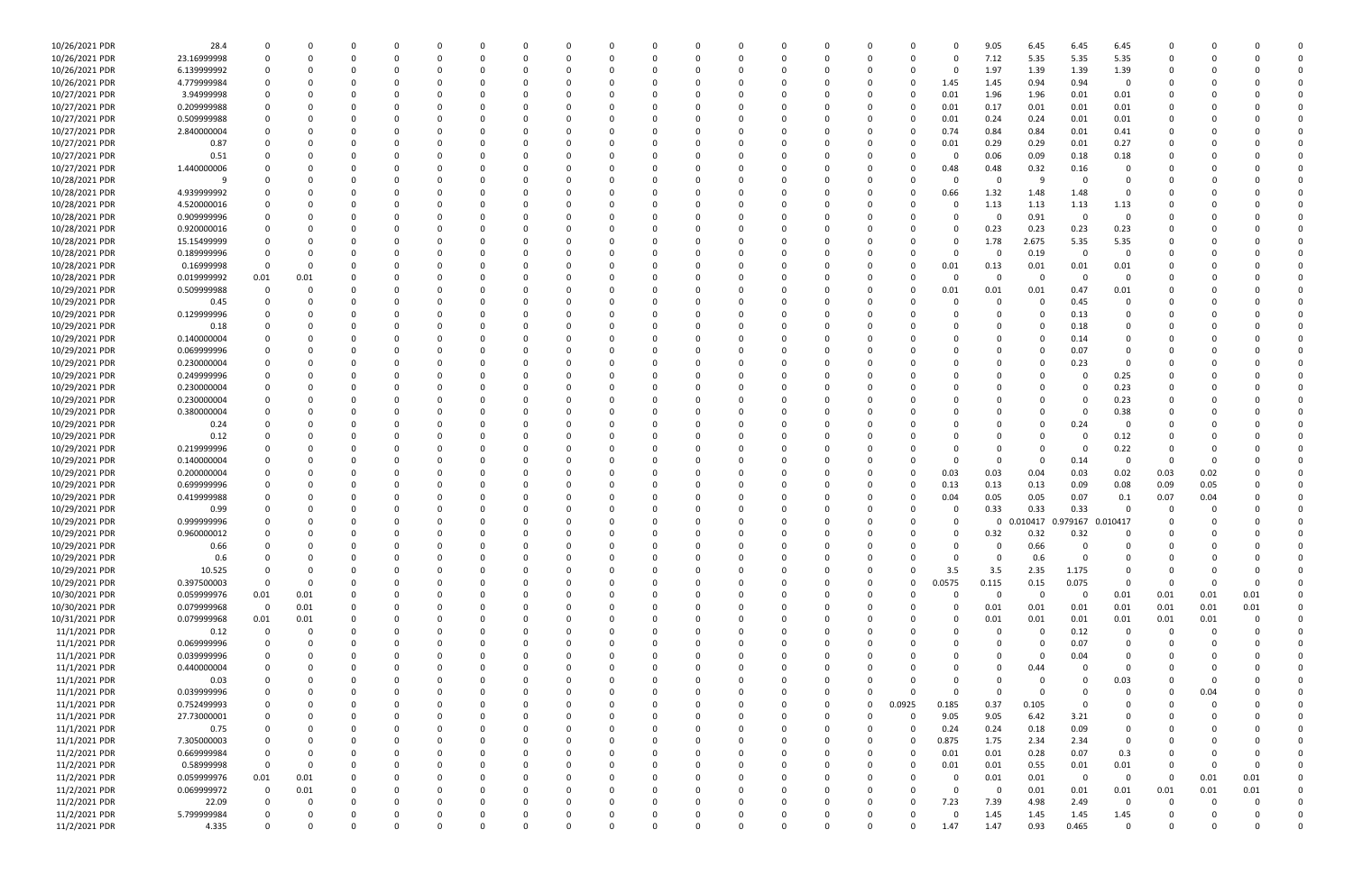| | | | | | | | | | | | | | | | | | | | | | | | | | | | | | | | | |
|---|---|---|---|---|---|---|---|---|---|---|---|---|---|---|---|---|---|---|---|---|---|---|---|---|---|---|---|---|---|---|---|---|
| 10/26/2021 PDR | 28.4 | 0 | 0 | 0 | 0 | 0 | 0 | 0 | 0 | 0 | 0 | 0 | 0 | 0 | 0 | 0 | 0 | 0 | 0 | 0 | 0 | 0 | 0 | 0 | 9.05 | 6.45 | 6.45 | 6.45 | 0 | 0 | 0 | 0 |
| 10/26/2021 PDR | 23.16999998 | 0 | 0 | 0 | 0 | 0 | 0 | 0 | 0 | 0 | 0 | 0 | 0 | 0 | 0 | 0 | 0 | 0 | 0 | 0 | 0 | 0 | 0 | 0 | 7.12 | 5.35 | 5.35 | 5.35 | 0 | 0 | 0 | 0 |
| 10/26/2021 PDR | 6.139999992 | 0 | 0 | 0 | 0 | 0 | 0 | 0 | 0 | 0 | 0 | 0 | 0 | 0 | 0 | 0 | 0 | 0 | 0 | 0 | 0 | 0 | 0 | 0 | 1.97 | 1.39 | 1.39 | 1.39 | 0 | 0 | 0 | 0 |
| 10/26/2021 PDR | 4.779999984 | 0 | 0 | 0 | 0 | 0 | 0 | 0 | 0 | 0 | 0 | 0 | 0 | 0 | 0 | 0 | 0 | 0 | 0 | 0 | 0 | 0 | 0 | 1.45 | 1.45 | 0.94 | 0.94 | 0 | 0 | 0 | 0 | 0 |
| 10/27/2021 PDR | 3.94999998 | 0 | 0 | 0 | 0 | 0 | 0 | 0 | 0 | 0 | 0 | 0 | 0 | 0 | 0 | 0 | 0 | 0 | 0 | 0 | 0 | 0 | 0 | 0.01 | 1.96 | 1.96 | 0.01 | 0.01 | 0 | 0 | 0 | 0 |
| 10/27/2021 PDR | 0.209999988 | 0 | 0 | 0 | 0 | 0 | 0 | 0 | 0 | 0 | 0 | 0 | 0 | 0 | 0 | 0 | 0 | 0 | 0 | 0 | 0 | 0 | 0 | 0.01 | 0.17 | 0.01 | 0.01 | 0.01 | 0 | 0 | 0 | 0 |
| 10/27/2021 PDR | 0.509999988 | 0 | 0 | 0 | 0 | 0 | 0 | 0 | 0 | 0 | 0 | 0 | 0 | 0 | 0 | 0 | 0 | 0 | 0 | 0 | 0 | 0 | 0 | 0.01 | 0.24 | 0.24 | 0.01 | 0.01 | 0 | 0 | 0 | 0 |
| 10/27/2021 PDR | 2.840000004 | 0 | 0 | 0 | 0 | 0 | 0 | 0 | 0 | 0 | 0 | 0 | 0 | 0 | 0 | 0 | 0 | 0 | 0 | 0 | 0 | 0 | 0 | 0.74 | 0.84 | 0.84 | 0.01 | 0.41 | 0 | 0 | 0 | 0 |
| 10/27/2021 PDR | 0.87 | 0 | 0 | 0 | 0 | 0 | 0 | 0 | 0 | 0 | 0 | 0 | 0 | 0 | 0 | 0 | 0 | 0 | 0 | 0 | 0 | 0 | 0 | 0.01 | 0.29 | 0.29 | 0.01 | 0.27 | 0 | 0 | 0 | 0 |
| 10/27/2021 PDR | 0.51 | 0 | 0 | 0 | 0 | 0 | 0 | 0 | 0 | 0 | 0 | 0 | 0 | 0 | 0 | 0 | 0 | 0 | 0 | 0 | 0 | 0 | 0 | 0 | 0.06 | 0.09 | 0.18 | 0.18 | 0 | 0 | 0 | 0 |
| 10/27/2021 PDR | 1.440000006 | 0 | 0 | 0 | 0 | 0 | 0 | 0 | 0 | 0 | 0 | 0 | 0 | 0 | 0 | 0 | 0 | 0 | 0 | 0 | 0 | 0 | 0 | 0.48 | 0.48 | 0.32 | 0.16 | 0 | 0 | 0 | 0 | 0 |
| 10/28/2021 PDR | 9 | 0 | 0 | 0 | 0 | 0 | 0 | 0 | 0 | 0 | 0 | 0 | 0 | 0 | 0 | 0 | 0 | 0 | 0 | 0 | 0 | 0 | 0 | 0 | 0 | 9 | 0 | 0 | 0 | 0 | 0 | 0 |
| 10/28/2021 PDR | 4.939999992 | 0 | 0 | 0 | 0 | 0 | 0 | 0 | 0 | 0 | 0 | 0 | 0 | 0 | 0 | 0 | 0 | 0 | 0 | 0 | 0 | 0 | 0 | 0.66 | 1.32 | 1.48 | 1.48 | 0 | 0 | 0 | 0 | 0 |
| 10/28/2021 PDR | 4.520000016 | 0 | 0 | 0 | 0 | 0 | 0 | 0 | 0 | 0 | 0 | 0 | 0 | 0 | 0 | 0 | 0 | 0 | 0 | 0 | 0 | 0 | 0 | 0 | 1.13 | 1.13 | 1.13 | 1.13 | 0 | 0 | 0 | 0 |
| 10/28/2021 PDR | 0.909999996 | 0 | 0 | 0 | 0 | 0 | 0 | 0 | 0 | 0 | 0 | 0 | 0 | 0 | 0 | 0 | 0 | 0 | 0 | 0 | 0 | 0 | 0 | 0 | 0 | 0.91 | 0 | 0 | 0 | 0 | 0 | 0 |
| 10/28/2021 PDR | 0.920000016 | 0 | 0 | 0 | 0 | 0 | 0 | 0 | 0 | 0 | 0 | 0 | 0 | 0 | 0 | 0 | 0 | 0 | 0 | 0 | 0 | 0 | 0 | 0 | 0.23 | 0.23 | 0.23 | 0.23 | 0 | 0 | 0 | 0 |
| 10/28/2021 PDR | 15.15499999 | 0 | 0 | 0 | 0 | 0 | 0 | 0 | 0 | 0 | 0 | 0 | 0 | 0 | 0 | 0 | 0 | 0 | 0 | 0 | 0 | 0 | 0 | 0 | 1.78 | 2.675 | 5.35 | 5.35 | 0 | 0 | 0 | 0 |
| 10/28/2021 PDR | 0.189999996 | 0 | 0 | 0 | 0 | 0 | 0 | 0 | 0 | 0 | 0 | 0 | 0 | 0 | 0 | 0 | 0 | 0 | 0 | 0 | 0 | 0 | 0 | 0 | 0 | 0.19 | 0 | 0 | 0 | 0 | 0 | 0 |
| 10/28/2021 PDR | 0.16999998 | 0 | 0 | 0 | 0 | 0 | 0 | 0 | 0 | 0 | 0 | 0 | 0 | 0 | 0 | 0 | 0 | 0 | 0 | 0 | 0 | 0 | 0 | 0.01 | 0.13 | 0.01 | 0.01 | 0.01 | 0 | 0 | 0 | 0 |
| 10/28/2021 PDR | 0.019999992 | 0.01 | 0.01 | 0 | 0 | 0 | 0 | 0 | 0 | 0 | 0 | 0 | 0 | 0 | 0 | 0 | 0 | 0 | 0 | 0 | 0 | 0 | 0 | 0 | 0 | 0 | 0 | 0 | 0 | 0 | 0 | 0 |
| 10/29/2021 PDR | 0.509999988 | 0 | 0 | 0 | 0 | 0 | 0 | 0 | 0 | 0 | 0 | 0 | 0 | 0 | 0 | 0 | 0 | 0 | 0 | 0 | 0 | 0 | 0 | 0.01 | 0.01 | 0.01 | 0.47 | 0.01 | 0 | 0 | 0 | 0 |
| 10/29/2021 PDR | 0.45 | 0 | 0 | 0 | 0 | 0 | 0 | 0 | 0 | 0 | 0 | 0 | 0 | 0 | 0 | 0 | 0 | 0 | 0 | 0 | 0 | 0 | 0 | 0 | 0 | 0 | 0.45 | 0 | 0 | 0 | 0 | 0 |
| 10/29/2021 PDR | 0.129999996 | 0 | 0 | 0 | 0 | 0 | 0 | 0 | 0 | 0 | 0 | 0 | 0 | 0 | 0 | 0 | 0 | 0 | 0 | 0 | 0 | 0 | 0 | 0 | 0 | 0 | 0.13 | 0 | 0 | 0 | 0 | 0 |
| 10/29/2021 PDR | 0.18 | 0 | 0 | 0 | 0 | 0 | 0 | 0 | 0 | 0 | 0 | 0 | 0 | 0 | 0 | 0 | 0 | 0 | 0 | 0 | 0 | 0 | 0 | 0 | 0 | 0 | 0.18 | 0 | 0 | 0 | 0 | 0 |
| 10/29/2021 PDR | 0.140000004 | 0 | 0 | 0 | 0 | 0 | 0 | 0 | 0 | 0 | 0 | 0 | 0 | 0 | 0 | 0 | 0 | 0 | 0 | 0 | 0 | 0 | 0 | 0 | 0 | 0 | 0.14 | 0 | 0 | 0 | 0 | 0 |
| 10/29/2021 PDR | 0.069999996 | 0 | 0 | 0 | 0 | 0 | 0 | 0 | 0 | 0 | 0 | 0 | 0 | 0 | 0 | 0 | 0 | 0 | 0 | 0 | 0 | 0 | 0 | 0 | 0 | 0 | 0.07 | 0 | 0 | 0 | 0 | 0 |
| 10/29/2021 PDR | 0.230000004 | 0 | 0 | 0 | 0 | 0 | 0 | 0 | 0 | 0 | 0 | 0 | 0 | 0 | 0 | 0 | 0 | 0 | 0 | 0 | 0 | 0 | 0 | 0 | 0 | 0 | 0.23 | 0 | 0 | 0 | 0 | 0 |
| 10/29/2021 PDR | 0.249999996 | 0 | 0 | 0 | 0 | 0 | 0 | 0 | 0 | 0 | 0 | 0 | 0 | 0 | 0 | 0 | 0 | 0 | 0 | 0 | 0 | 0 | 0 | 0 | 0 | 0 | 0 | 0.25 | 0 | 0 | 0 | 0 |
| 10/29/2021 PDR | 0.230000004 | 0 | 0 | 0 | 0 | 0 | 0 | 0 | 0 | 0 | 0 | 0 | 0 | 0 | 0 | 0 | 0 | 0 | 0 | 0 | 0 | 0 | 0 | 0 | 0 | 0 | 0 | 0.23 | 0 | 0 | 0 | 0 |
| 10/29/2021 PDR | 0.230000004 | 0 | 0 | 0 | 0 | 0 | 0 | 0 | 0 | 0 | 0 | 0 | 0 | 0 | 0 | 0 | 0 | 0 | 0 | 0 | 0 | 0 | 0 | 0 | 0 | 0 | 0 | 0.23 | 0 | 0 | 0 | 0 |
| 10/29/2021 PDR | 0.380000004 | 0 | 0 | 0 | 0 | 0 | 0 | 0 | 0 | 0 | 0 | 0 | 0 | 0 | 0 | 0 | 0 | 0 | 0 | 0 | 0 | 0 | 0 | 0 | 0 | 0 | 0 | 0.38 | 0 | 0 | 0 | 0 |
| 10/29/2021 PDR | 0.24 | 0 | 0 | 0 | 0 | 0 | 0 | 0 | 0 | 0 | 0 | 0 | 0 | 0 | 0 | 0 | 0 | 0 | 0 | 0 | 0 | 0 | 0 | 0 | 0 | 0 | 0.24 | 0 | 0 | 0 | 0 | 0 |
| 10/29/2021 PDR | 0.12 | 0 | 0 | 0 | 0 | 0 | 0 | 0 | 0 | 0 | 0 | 0 | 0 | 0 | 0 | 0 | 0 | 0 | 0 | 0 | 0 | 0 | 0 | 0 | 0 | 0 | 0 | 0.12 | 0 | 0 | 0 | 0 |
| 10/29/2021 PDR | 0.219999996 | 0 | 0 | 0 | 0 | 0 | 0 | 0 | 0 | 0 | 0 | 0 | 0 | 0 | 0 | 0 | 0 | 0 | 0 | 0 | 0 | 0 | 0 | 0 | 0 | 0 | 0 | 0.22 | 0 | 0 | 0 | 0 |
| 10/29/2021 PDR | 0.140000004 | 0 | 0 | 0 | 0 | 0 | 0 | 0 | 0 | 0 | 0 | 0 | 0 | 0 | 0 | 0 | 0 | 0 | 0 | 0 | 0 | 0 | 0 | 0 | 0 | 0 | 0.14 | 0 | 0 | 0 | 0 | 0 |
| 10/29/2021 PDR | 0.200000004 | 0 | 0 | 0 | 0 | 0 | 0 | 0 | 0 | 0 | 0 | 0 | 0 | 0 | 0 | 0 | 0 | 0 | 0 | 0 | 0 | 0 | 0 | 0.03 | 0.03 | 0.04 | 0.03 | 0.02 | 0.03 | 0.02 | 0 | 0 |
| 10/29/2021 PDR | 0.699999996 | 0 | 0 | 0 | 0 | 0 | 0 | 0 | 0 | 0 | 0 | 0 | 0 | 0 | 0 | 0 | 0 | 0 | 0 | 0 | 0 | 0 | 0 | 0.13 | 0.13 | 0.13 | 0.09 | 0.08 | 0.09 | 0.05 | 0 | 0 |
| 10/29/2021 PDR | 0.419999988 | 0 | 0 | 0 | 0 | 0 | 0 | 0 | 0 | 0 | 0 | 0 | 0 | 0 | 0 | 0 | 0 | 0 | 0 | 0 | 0 | 0 | 0 | 0.04 | 0.05 | 0.05 | 0.07 | 0.1 | 0.07 | 0.04 | 0 | 0 |
| 10/29/2021 PDR | 0.99 | 0 | 0 | 0 | 0 | 0 | 0 | 0 | 0 | 0 | 0 | 0 | 0 | 0 | 0 | 0 | 0 | 0 | 0 | 0 | 0 | 0 | 0 | 0 | 0.33 | 0.33 | 0.33 | 0 | 0 | 0 | 0 | 0 |
| 10/29/2021 PDR | 0.999999996 | 0 | 0 | 0 | 0 | 0 | 0 | 0 | 0 | 0 | 0 | 0 | 0 | 0 | 0 | 0 | 0 | 0 | 0 | 0 | 0 | 0 | 0 | 0 | 0 | 0.010417 | 0.979167 | 0.010417 | 0 | 0 | 0 | 0 |
| 10/29/2021 PDR | 0.960000012 | 0 | 0 | 0 | 0 | 0 | 0 | 0 | 0 | 0 | 0 | 0 | 0 | 0 | 0 | 0 | 0 | 0 | 0 | 0 | 0 | 0 | 0 | 0 | 0.32 | 0.32 | 0.32 | 0 | 0 | 0 | 0 | 0 |
| 10/29/2021 PDR | 0.66 | 0 | 0 | 0 | 0 | 0 | 0 | 0 | 0 | 0 | 0 | 0 | 0 | 0 | 0 | 0 | 0 | 0 | 0 | 0 | 0 | 0 | 0 | 0 | 0 | 0.66 | 0 | 0 | 0 | 0 | 0 | 0 |
| 10/29/2021 PDR | 0.6 | 0 | 0 | 0 | 0 | 0 | 0 | 0 | 0 | 0 | 0 | 0 | 0 | 0 | 0 | 0 | 0 | 0 | 0 | 0 | 0 | 0 | 0 | 0 | 0 | 0.6 | 0 | 0 | 0 | 0 | 0 | 0 |
| 10/29/2021 PDR | 10.525 | 0 | 0 | 0 | 0 | 0 | 0 | 0 | 0 | 0 | 0 | 0 | 0 | 0 | 0 | 0 | 0 | 0 | 0 | 0 | 0 | 0 | 0 | 3.5 | 3.5 | 2.35 | 1.175 | 0 | 0 | 0 | 0 | 0 |
| 10/29/2021 PDR | 0.397500003 | 0 | 0 | 0 | 0 | 0 | 0 | 0 | 0 | 0 | 0 | 0 | 0 | 0 | 0 | 0 | 0 | 0 | 0 | 0 | 0 | 0 | 0 | 0.0575 | 0.115 | 0.15 | 0.075 | 0 | 0 | 0 | 0 | 0 |
| 10/30/2021 PDR | 0.059999976 | 0.01 | 0.01 | 0 | 0 | 0 | 0 | 0 | 0 | 0 | 0 | 0 | 0 | 0 | 0 | 0 | 0 | 0 | 0 | 0 | 0 | 0 | 0 | 0 | 0 | 0 | 0 | 0.01 | 0.01 | 0.01 | 0.01 | 0 |
| 10/30/2021 PDR | 0.079999968 | 0 | 0.01 | 0 | 0 | 0 | 0 | 0 | 0 | 0 | 0 | 0 | 0 | 0 | 0 | 0 | 0 | 0 | 0 | 0 | 0 | 0 | 0 | 0 | 0.01 | 0.01 | 0.01 | 0.01 | 0.01 | 0.01 | 0.01 | 0 |
| 10/31/2021 PDR | 0.079999968 | 0.01 | 0.01 | 0 | 0 | 0 | 0 | 0 | 0 | 0 | 0 | 0 | 0 | 0 | 0 | 0 | 0 | 0 | 0 | 0 | 0 | 0 | 0 | 0 | 0.01 | 0.01 | 0.01 | 0.01 | 0.01 | 0.01 | 0 | 0 |
| 11/1/2021 PDR | 0.12 | 0 | 0 | 0 | 0 | 0 | 0 | 0 | 0 | 0 | 0 | 0 | 0 | 0 | 0 | 0 | 0 | 0 | 0 | 0 | 0 | 0 | 0 | 0 | 0 | 0 | 0.12 | 0 | 0 | 0 | 0 | 0 |
| 11/1/2021 PDR | 0.069999996 | 0 | 0 | 0 | 0 | 0 | 0 | 0 | 0 | 0 | 0 | 0 | 0 | 0 | 0 | 0 | 0 | 0 | 0 | 0 | 0 | 0 | 0 | 0 | 0 | 0 | 0.07 | 0 | 0 | 0 | 0 | 0 |
| 11/1/2021 PDR | 0.039999996 | 0 | 0 | 0 | 0 | 0 | 0 | 0 | 0 | 0 | 0 | 0 | 0 | 0 | 0 | 0 | 0 | 0 | 0 | 0 | 0 | 0 | 0 | 0 | 0 | 0 | 0.04 | 0 | 0 | 0 | 0 | 0 |
| 11/1/2021 PDR | 0.440000004 | 0 | 0 | 0 | 0 | 0 | 0 | 0 | 0 | 0 | 0 | 0 | 0 | 0 | 0 | 0 | 0 | 0 | 0 | 0 | 0 | 0 | 0 | 0 | 0 | 0.44 | 0 | 0 | 0 | 0 | 0 | 0 |
| 11/1/2021 PDR | 0.03 | 0 | 0 | 0 | 0 | 0 | 0 | 0 | 0 | 0 | 0 | 0 | 0 | 0 | 0 | 0 | 0 | 0 | 0 | 0 | 0 | 0 | 0 | 0 | 0 | 0 | 0 | 0.03 | 0 | 0 | 0 | 0 |
| 11/1/2021 PDR | 0.039999996 | 0 | 0 | 0 | 0 | 0 | 0 | 0 | 0 | 0 | 0 | 0 | 0 | 0 | 0 | 0 | 0 | 0 | 0 | 0 | 0 | 0 | 0 | 0 | 0 | 0 | 0 | 0 | 0 | 0.04 | 0 | 0 |
| 11/1/2021 PDR | 0.752499993 | 0 | 0 | 0 | 0 | 0 | 0 | 0 | 0 | 0 | 0 | 0 | 0 | 0 | 0 | 0 | 0 | 0 | 0 | 0 | 0 | 0 | 0.0925 | 0.185 | 0.37 | 0.105 | 0 | 0 | 0 | 0 | 0 | 0 |
| 11/1/2021 PDR | 27.73000001 | 0 | 0 | 0 | 0 | 0 | 0 | 0 | 0 | 0 | 0 | 0 | 0 | 0 | 0 | 0 | 0 | 0 | 0 | 0 | 0 | 0 | 0 | 9.05 | 9.05 | 6.42 | 3.21 | 0 | 0 | 0 | 0 | 0 |
| 11/1/2021 PDR | 0.75 | 0 | 0 | 0 | 0 | 0 | 0 | 0 | 0 | 0 | 0 | 0 | 0 | 0 | 0 | 0 | 0 | 0 | 0 | 0 | 0 | 0 | 0 | 0.24 | 0.24 | 0.18 | 0.09 | 0 | 0 | 0 | 0 | 0 |
| 11/1/2021 PDR | 7.305000003 | 0 | 0 | 0 | 0 | 0 | 0 | 0 | 0 | 0 | 0 | 0 | 0 | 0 | 0 | 0 | 0 | 0 | 0 | 0 | 0 | 0 | 0 | 0.875 | 1.75 | 2.34 | 2.34 | 0 | 0 | 0 | 0 | 0 |
| 11/2/2021 PDR | 0.669999984 | 0 | 0 | 0 | 0 | 0 | 0 | 0 | 0 | 0 | 0 | 0 | 0 | 0 | 0 | 0 | 0 | 0 | 0 | 0 | 0 | 0 | 0 | 0.01 | 0.01 | 0.28 | 0.07 | 0.3 | 0 | 0 | 0 | 0 |
| 11/2/2021 PDR | 0.58999998 | 0 | 0 | 0 | 0 | 0 | 0 | 0 | 0 | 0 | 0 | 0 | 0 | 0 | 0 | 0 | 0 | 0 | 0 | 0 | 0 | 0 | 0 | 0.01 | 0.01 | 0.55 | 0.01 | 0.01 | 0 | 0 | 0 | 0 |
| 11/2/2021 PDR | 0.059999976 | 0.01 | 0.01 | 0 | 0 | 0 | 0 | 0 | 0 | 0 | 0 | 0 | 0 | 0 | 0 | 0 | 0 | 0 | 0 | 0 | 0 | 0 | 0 | 0 | 0.01 | 0.01 | 0 | 0 | 0 | 0.01 | 0.01 | 0 |
| 11/2/2021 PDR | 0.069999972 | 0 | 0.01 | 0 | 0 | 0 | 0 | 0 | 0 | 0 | 0 | 0 | 0 | 0 | 0 | 0 | 0 | 0 | 0 | 0 | 0 | 0 | 0 | 0 | 0 | 0.01 | 0.01 | 0.01 | 0.01 | 0.01 | 0.01 | 0 |
| 11/2/2021 PDR | 22.09 | 0 | 0 | 0 | 0 | 0 | 0 | 0 | 0 | 0 | 0 | 0 | 0 | 0 | 0 | 0 | 0 | 0 | 0 | 0 | 0 | 0 | 0 | 7.23 | 7.39 | 4.98 | 2.49 | 0 | 0 | 0 | 0 | 0 |
| 11/2/2021 PDR | 5.799999984 | 0 | 0 | 0 | 0 | 0 | 0 | 0 | 0 | 0 | 0 | 0 | 0 | 0 | 0 | 0 | 0 | 0 | 0 | 0 | 0 | 0 | 0 | 0 | 1.45 | 1.45 | 1.45 | 1.45 | 0 | 0 | 0 | 0 |
| 11/2/2021 PDR | 4.335 | 0 | 0 | 0 | 0 | 0 | 0 | 0 | 0 | 0 | 0 | 0 | 0 | 0 | 0 | 0 | 0 | 0 | 0 | 0 | 0 | 0 | 0 | 1.47 | 1.47 | 0.93 | 0.465 | 0 | 0 | 0 | 0 | 0 |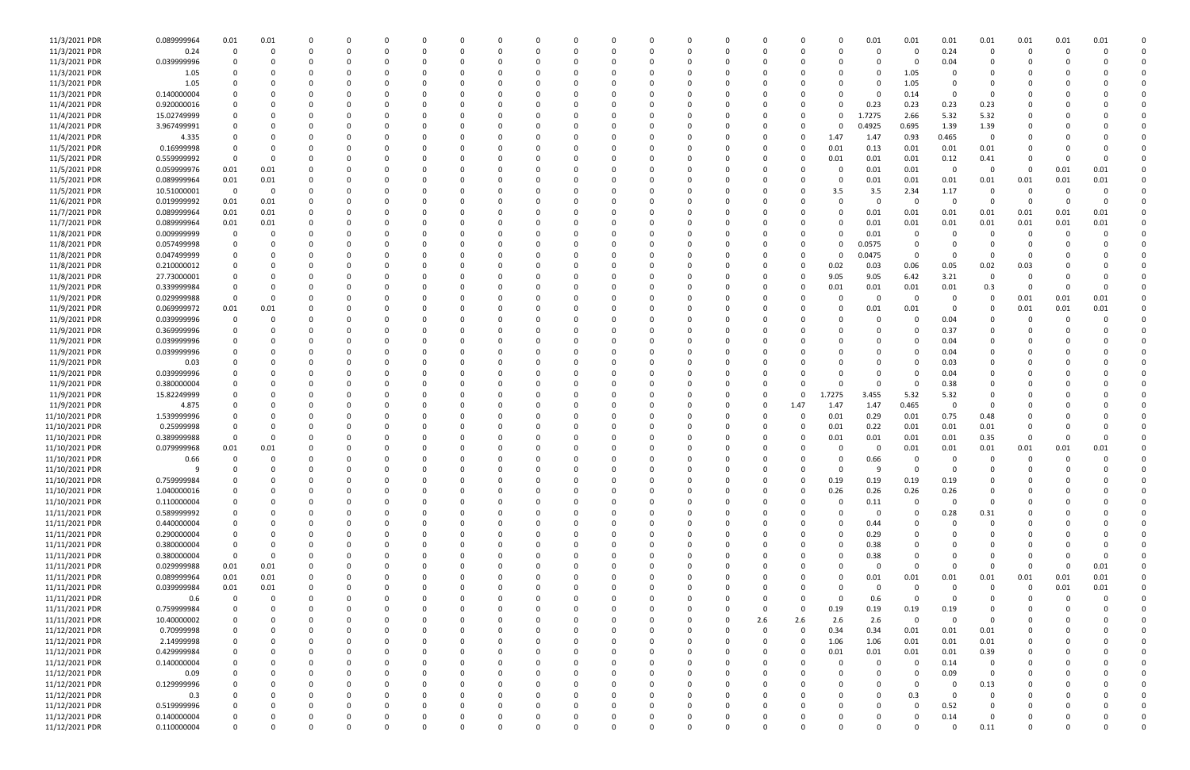| | | | | | | | | | | | | | | | | | | | | | | | | | | | |
|---|---|---|---|---|---|---|---|---|---|---|---|---|---|---|---|---|---|---|---|---|---|---|---|---|---|---|---|
| 11/3/2021 PDR | 0.089999964 | 0.01 | 0.01 | 0 | 0 | 0 | 0 | 0 | 0 | 0 | 0 | 0 | 0 | 0 | 0 | 0 | 0 | 0 | 0 | 0.01 | 0.01 | 0.01 | 0.01 | 0.01 | 0.01 | 0.01 | 0 |
| 11/3/2021 PDR | 0.24 | 0 | 0 | 0 | 0 | 0 | 0 | 0 | 0 | 0 | 0 | 0 | 0 | 0 | 0 | 0 | 0 | 0 | 0 | 0 | 0 | 0.24 | 0 | 0 | 0 | 0 | 0 |
| 11/3/2021 PDR | 0.039999996 | 0 | 0 | 0 | 0 | 0 | 0 | 0 | 0 | 0 | 0 | 0 | 0 | 0 | 0 | 0 | 0 | 0 | 0 | 0 | 0 | 0.04 | 0 | 0 | 0 | 0 | 0 |
| 11/3/2021 PDR | 1.05 | 0 | 0 | 0 | 0 | 0 | 0 | 0 | 0 | 0 | 0 | 0 | 0 | 0 | 0 | 0 | 0 | 0 | 0 | 0 | 1.05 | 0 | 0 | 0 | 0 | 0 | 0 |
| 11/3/2021 PDR | 1.05 | 0 | 0 | 0 | 0 | 0 | 0 | 0 | 0 | 0 | 0 | 0 | 0 | 0 | 0 | 0 | 0 | 0 | 0 | 0 | 1.05 | 0 | 0 | 0 | 0 | 0 | 0 |
| 11/3/2021 PDR | 0.140000004 | 0 | 0 | 0 | 0 | 0 | 0 | 0 | 0 | 0 | 0 | 0 | 0 | 0 | 0 | 0 | 0 | 0 | 0 | 0 | 0.14 | 0 | 0 | 0 | 0 | 0 | 0 |
| 11/4/2021 PDR | 0.920000016 | 0 | 0 | 0 | 0 | 0 | 0 | 0 | 0 | 0 | 0 | 0 | 0 | 0 | 0 | 0 | 0 | 0 | 0 | 0.23 | 0.23 | 0.23 | 0.23 | 0 | 0 | 0 | 0 |
| 11/4/2021 PDR | 15.02749999 | 0 | 0 | 0 | 0 | 0 | 0 | 0 | 0 | 0 | 0 | 0 | 0 | 0 | 0 | 0 | 0 | 0 | 0 | 1.7275 | 2.66 | 5.32 | 5.32 | 0 | 0 | 0 | 0 |
| 11/4/2021 PDR | 3.967499991 | 0 | 0 | 0 | 0 | 0 | 0 | 0 | 0 | 0 | 0 | 0 | 0 | 0 | 0 | 0 | 0 | 0 | 0 | 0.4925 | 0.695 | 1.39 | 1.39 | 0 | 0 | 0 | 0 |
| 11/4/2021 PDR | 4.335 | 0 | 0 | 0 | 0 | 0 | 0 | 0 | 0 | 0 | 0 | 0 | 0 | 0 | 0 | 0 | 0 | 0 | 1.47 | 1.47 | 0.93 | 0.465 | 0 | 0 | 0 | 0 | 0 |
| 11/5/2021 PDR | 0.16999998 | 0 | 0 | 0 | 0 | 0 | 0 | 0 | 0 | 0 | 0 | 0 | 0 | 0 | 0 | 0 | 0 | 0 | 0.01 | 0.13 | 0.01 | 0.01 | 0.01 | 0 | 0 | 0 | 0 |
| 11/5/2021 PDR | 0.559999992 | 0 | 0 | 0 | 0 | 0 | 0 | 0 | 0 | 0 | 0 | 0 | 0 | 0 | 0 | 0 | 0 | 0 | 0.01 | 0.01 | 0.01 | 0.12 | 0.41 | 0 | 0 | 0 | 0 |
| 11/5/2021 PDR | 0.059999976 | 0.01 | 0.01 | 0 | 0 | 0 | 0 | 0 | 0 | 0 | 0 | 0 | 0 | 0 | 0 | 0 | 0 | 0 | 0 | 0.01 | 0.01 | 0 | 0 | 0 | 0.01 | 0.01 | 0 |
| 11/5/2021 PDR | 0.089999964 | 0.01 | 0.01 | 0 | 0 | 0 | 0 | 0 | 0 | 0 | 0 | 0 | 0 | 0 | 0 | 0 | 0 | 0 | 0 | 0.01 | 0.01 | 0.01 | 0.01 | 0.01 | 0.01 | 0.01 | 0 |
| 11/5/2021 PDR | 10.51000001 | 0 | 0 | 0 | 0 | 0 | 0 | 0 | 0 | 0 | 0 | 0 | 0 | 0 | 0 | 0 | 0 | 0 | 3.5 | 3.5 | 2.34 | 1.17 | 0 | 0 | 0 | 0 | 0 |
| 11/6/2021 PDR | 0.019999992 | 0.01 | 0.01 | 0 | 0 | 0 | 0 | 0 | 0 | 0 | 0 | 0 | 0 | 0 | 0 | 0 | 0 | 0 | 0 | 0 | 0 | 0 | 0 | 0 | 0 | 0 | 0 |
| 11/7/2021 PDR | 0.089999964 | 0.01 | 0.01 | 0 | 0 | 0 | 0 | 0 | 0 | 0 | 0 | 0 | 0 | 0 | 0 | 0 | 0 | 0 | 0 | 0.01 | 0.01 | 0.01 | 0.01 | 0.01 | 0.01 | 0.01 | 0 |
| 11/7/2021 PDR | 0.089999964 | 0.01 | 0.01 | 0 | 0 | 0 | 0 | 0 | 0 | 0 | 0 | 0 | 0 | 0 | 0 | 0 | 0 | 0 | 0 | 0.01 | 0.01 | 0.01 | 0.01 | 0.01 | 0.01 | 0.01 | 0 |
| 11/8/2021 PDR | 0.009999999 | 0 | 0 | 0 | 0 | 0 | 0 | 0 | 0 | 0 | 0 | 0 | 0 | 0 | 0 | 0 | 0 | 0 | 0 | 0.01 | 0 | 0 | 0 | 0 | 0 | 0 | 0 |
| 11/8/2021 PDR | 0.057499998 | 0 | 0 | 0 | 0 | 0 | 0 | 0 | 0 | 0 | 0 | 0 | 0 | 0 | 0 | 0 | 0 | 0 | 0 | 0.0575 | 0 | 0 | 0 | 0 | 0 | 0 | 0 |
| 11/8/2021 PDR | 0.047499998 | 0 | 0 | 0 | 0 | 0 | 0 | 0 | 0 | 0 | 0 | 0 | 0 | 0 | 0 | 0 | 0 | 0 | 0 | 0.0475 | 0 | 0 | 0 | 0 | 0 | 0 | 0 |
| 11/8/2021 PDR | 0.210000012 | 0 | 0 | 0 | 0 | 0 | 0 | 0 | 0 | 0 | 0 | 0 | 0 | 0 | 0 | 0 | 0 | 0 | 0.02 | 0.03 | 0.06 | 0.05 | 0.02 | 0.03 | 0 | 0 | 0 |
| 11/8/2021 PDR | 27.73000001 | 0 | 0 | 0 | 0 | 0 | 0 | 0 | 0 | 0 | 0 | 0 | 0 | 0 | 0 | 0 | 0 | 0 | 9.05 | 9.05 | 6.42 | 3.21 | 0 | 0 | 0 | 0 | 0 |
| 11/9/2021 PDR | 0.339999984 | 0 | 0 | 0 | 0 | 0 | 0 | 0 | 0 | 0 | 0 | 0 | 0 | 0 | 0 | 0 | 0 | 0 | 0.01 | 0.01 | 0.01 | 0.01 | 0.3 | 0 | 0 | 0 | 0 |
| 11/9/2021 PDR | 0.029999988 | 0 | 0 | 0 | 0 | 0 | 0 | 0 | 0 | 0 | 0 | 0 | 0 | 0 | 0 | 0 | 0 | 0 | 0 | 0 | 0 | 0 | 0 | 0.01 | 0.01 | 0.01 | 0 |
| 11/9/2021 PDR | 0.069999972 | 0.01 | 0.01 | 0 | 0 | 0 | 0 | 0 | 0 | 0 | 0 | 0 | 0 | 0 | 0 | 0 | 0 | 0 | 0 | 0.01 | 0.01 | 0 | 0 | 0.01 | 0.01 | 0.01 | 0 |
| 11/9/2021 PDR | 0.039999996 | 0 | 0 | 0 | 0 | 0 | 0 | 0 | 0 | 0 | 0 | 0 | 0 | 0 | 0 | 0 | 0 | 0 | 0 | 0 | 0 | 0.04 | 0 | 0 | 0 | 0 | 0 |
| 11/9/2021 PDR | 0.369999996 | 0 | 0 | 0 | 0 | 0 | 0 | 0 | 0 | 0 | 0 | 0 | 0 | 0 | 0 | 0 | 0 | 0 | 0 | 0 | 0 | 0.37 | 0 | 0 | 0 | 0 | 0 |
| 11/9/2021 PDR | 0.039999996 | 0 | 0 | 0 | 0 | 0 | 0 | 0 | 0 | 0 | 0 | 0 | 0 | 0 | 0 | 0 | 0 | 0 | 0 | 0 | 0 | 0.04 | 0 | 0 | 0 | 0 | 0 |
| 11/9/2021 PDR | 0.039999996 | 0 | 0 | 0 | 0 | 0 | 0 | 0 | 0 | 0 | 0 | 0 | 0 | 0 | 0 | 0 | 0 | 0 | 0 | 0 | 0 | 0.04 | 0 | 0 | 0 | 0 | 0 |
| 11/9/2021 PDR | 0.03 | 0 | 0 | 0 | 0 | 0 | 0 | 0 | 0 | 0 | 0 | 0 | 0 | 0 | 0 | 0 | 0 | 0 | 0 | 0 | 0 | 0.03 | 0 | 0 | 0 | 0 | 0 |
| 11/9/2021 PDR | 0.039999996 | 0 | 0 | 0 | 0 | 0 | 0 | 0 | 0 | 0 | 0 | 0 | 0 | 0 | 0 | 0 | 0 | 0 | 0 | 0 | 0 | 0.04 | 0 | 0 | 0 | 0 | 0 |
| 11/9/2021 PDR | 0.380000004 | 0 | 0 | 0 | 0 | 0 | 0 | 0 | 0 | 0 | 0 | 0 | 0 | 0 | 0 | 0 | 0 | 0 | 0 | 0 | 0 | 0.38 | 0 | 0 | 0 | 0 | 0 |
| 11/9/2021 PDR | 15.82249999 | 0 | 0 | 0 | 0 | 0 | 0 | 0 | 0 | 0 | 0 | 0 | 0 | 0 | 0 | 0 | 0 | 0 | 1.7275 | 3.455 | 5.32 | 5.32 | 0 | 0 | 0 | 0 | 0 |
| 11/9/2021 PDR | 4.875 | 0 | 0 | 0 | 0 | 0 | 0 | 0 | 0 | 0 | 0 | 0 | 0 | 0 | 0 | 0 | 0 | 1.47 | 1.47 | 1.47 | 0.465 | 0 | 0 | 0 | 0 | 0 | 0 |
| 11/10/2021 PDR | 1.539999996 | 0 | 0 | 0 | 0 | 0 | 0 | 0 | 0 | 0 | 0 | 0 | 0 | 0 | 0 | 0 | 0 | 0 | 0.01 | 0.29 | 0.01 | 0.75 | 0.48 | 0 | 0 | 0 | 0 |
| 11/10/2021 PDR | 0.25999998 | 0 | 0 | 0 | 0 | 0 | 0 | 0 | 0 | 0 | 0 | 0 | 0 | 0 | 0 | 0 | 0 | 0 | 0.01 | 0.22 | 0.01 | 0.01 | 0.01 | 0 | 0 | 0 | 0 |
| 11/10/2021 PDR | 0.389999988 | 0 | 0 | 0 | 0 | 0 | 0 | 0 | 0 | 0 | 0 | 0 | 0 | 0 | 0 | 0 | 0 | 0 | 0.01 | 0.01 | 0.01 | 0.01 | 0.35 | 0 | 0 | 0 | 0 |
| 11/10/2021 PDR | 0.079999968 | 0.01 | 0.01 | 0 | 0 | 0 | 0 | 0 | 0 | 0 | 0 | 0 | 0 | 0 | 0 | 0 | 0 | 0 | 0 | 0 | 0.01 | 0.01 | 0.01 | 0.01 | 0.01 | 0.01 | 0 |
| 11/10/2021 PDR | 0.66 | 0 | 0 | 0 | 0 | 0 | 0 | 0 | 0 | 0 | 0 | 0 | 0 | 0 | 0 | 0 | 0 | 0 | 0 | 0.66 | 0 | 0 | 0 | 0 | 0 | 0 | 0 |
| 11/10/2021 PDR | 9 | 0 | 0 | 0 | 0 | 0 | 0 | 0 | 0 | 0 | 0 | 0 | 0 | 0 | 0 | 0 | 0 | 0 | 0 | 9 | 0 | 0 | 0 | 0 | 0 | 0 | 0 |
| 11/10/2021 PDR | 0.759999984 | 0 | 0 | 0 | 0 | 0 | 0 | 0 | 0 | 0 | 0 | 0 | 0 | 0 | 0 | 0 | 0 | 0 | 0.19 | 0.19 | 0.19 | 0.19 | 0 | 0 | 0 | 0 | 0 |
| 11/10/2021 PDR | 1.040000016 | 0 | 0 | 0 | 0 | 0 | 0 | 0 | 0 | 0 | 0 | 0 | 0 | 0 | 0 | 0 | 0 | 0 | 0.26 | 0.26 | 0.26 | 0.26 | 0 | 0 | 0 | 0 | 0 |
| 11/10/2021 PDR | 0.110000004 | 0 | 0 | 0 | 0 | 0 | 0 | 0 | 0 | 0 | 0 | 0 | 0 | 0 | 0 | 0 | 0 | 0 | 0 | 0.11 | 0 | 0 | 0 | 0 | 0 | 0 | 0 |
| 11/11/2021 PDR | 0.589999992 | 0 | 0 | 0 | 0 | 0 | 0 | 0 | 0 | 0 | 0 | 0 | 0 | 0 | 0 | 0 | 0 | 0 | 0 | 0 | 0 | 0.28 | 0.31 | 0 | 0 | 0 | 0 |
| 11/11/2021 PDR | 0.440000004 | 0 | 0 | 0 | 0 | 0 | 0 | 0 | 0 | 0 | 0 | 0 | 0 | 0 | 0 | 0 | 0 | 0 | 0 | 0.44 | 0 | 0 | 0 | 0 | 0 | 0 | 0 |
| 11/11/2021 PDR | 0.290000004 | 0 | 0 | 0 | 0 | 0 | 0 | 0 | 0 | 0 | 0 | 0 | 0 | 0 | 0 | 0 | 0 | 0 | 0 | 0.29 | 0 | 0 | 0 | 0 | 0 | 0 | 0 |
| 11/11/2021 PDR | 0.380000004 | 0 | 0 | 0 | 0 | 0 | 0 | 0 | 0 | 0 | 0 | 0 | 0 | 0 | 0 | 0 | 0 | 0 | 0 | 0.38 | 0 | 0 | 0 | 0 | 0 | 0 | 0 |
| 11/11/2021 PDR | 0.380000004 | 0 | 0 | 0 | 0 | 0 | 0 | 0 | 0 | 0 | 0 | 0 | 0 | 0 | 0 | 0 | 0 | 0 | 0 | 0.38 | 0 | 0 | 0 | 0 | 0 | 0 | 0 |
| 11/11/2021 PDR | 0.029999988 | 0.01 | 0.01 | 0 | 0 | 0 | 0 | 0 | 0 | 0 | 0 | 0 | 0 | 0 | 0 | 0 | 0 | 0 | 0 | 0 | 0 | 0 | 0 | 0 | 0 | 0.01 | 0 |
| 11/11/2021 PDR | 0.089999964 | 0.01 | 0.01 | 0 | 0 | 0 | 0 | 0 | 0 | 0 | 0 | 0 | 0 | 0 | 0 | 0 | 0 | 0 | 0 | 0.01 | 0.01 | 0.01 | 0.01 | 0.01 | 0.01 | 0.01 | 0 |
| 11/11/2021 PDR | 0.039999984 | 0.01 | 0.01 | 0 | 0 | 0 | 0 | 0 | 0 | 0 | 0 | 0 | 0 | 0 | 0 | 0 | 0 | 0 | 0 | 0 | 0 | 0 | 0 | 0 | 0.01 | 0.01 | 0 |
| 11/11/2021 PDR | 0.6 | 0 | 0 | 0 | 0 | 0 | 0 | 0 | 0 | 0 | 0 | 0 | 0 | 0 | 0 | 0 | 0 | 0 | 0 | 0.6 | 0 | 0 | 0 | 0 | 0 | 0 | 0 |
| 11/11/2021 PDR | 0.759999984 | 0 | 0 | 0 | 0 | 0 | 0 | 0 | 0 | 0 | 0 | 0 | 0 | 0 | 0 | 0 | 0 | 0 | 0.19 | 0.19 | 0.19 | 0.19 | 0 | 0 | 0 | 0 | 0 |
| 11/11/2021 PDR | 10.40000002 | 0 | 0 | 0 | 0 | 0 | 0 | 0 | 0 | 0 | 0 | 0 | 0 | 0 | 0 | 0 | 2.6 | 2.6 | 2.6 | 2.6 | 0 | 0 | 0 | 0 | 0 | 0 | 0 |
| 11/12/2021 PDR | 0.70999998 | 0 | 0 | 0 | 0 | 0 | 0 | 0 | 0 | 0 | 0 | 0 | 0 | 0 | 0 | 0 | 0 | 0 | 0.34 | 0.34 | 0.01 | 0.01 | 0.01 | 0 | 0 | 0 | 0 |
| 11/12/2021 PDR | 2.14999998 | 0 | 0 | 0 | 0 | 0 | 0 | 0 | 0 | 0 | 0 | 0 | 0 | 0 | 0 | 0 | 0 | 0 | 1.06 | 1.06 | 0.01 | 0.01 | 0.01 | 0 | 0 | 0 | 0 |
| 11/12/2021 PDR | 0.429999984 | 0 | 0 | 0 | 0 | 0 | 0 | 0 | 0 | 0 | 0 | 0 | 0 | 0 | 0 | 0 | 0 | 0 | 0.01 | 0.01 | 0.01 | 0.01 | 0.39 | 0 | 0 | 0 | 0 |
| 11/12/2021 PDR | 0.140000004 | 0 | 0 | 0 | 0 | 0 | 0 | 0 | 0 | 0 | 0 | 0 | 0 | 0 | 0 | 0 | 0 | 0 | 0 | 0 | 0 | 0.14 | 0 | 0 | 0 | 0 | 0 |
| 11/12/2021 PDR | 0.09 | 0 | 0 | 0 | 0 | 0 | 0 | 0 | 0 | 0 | 0 | 0 | 0 | 0 | 0 | 0 | 0 | 0 | 0 | 0 | 0 | 0.09 | 0 | 0 | 0 | 0 | 0 |
| 11/12/2021 PDR | 0.129999996 | 0 | 0 | 0 | 0 | 0 | 0 | 0 | 0 | 0 | 0 | 0 | 0 | 0 | 0 | 0 | 0 | 0 | 0 | 0 | 0 | 0 | 0.13 | 0 | 0 | 0 | 0 |
| 11/12/2021 PDR | 0.3 | 0 | 0 | 0 | 0 | 0 | 0 | 0 | 0 | 0 | 0 | 0 | 0 | 0 | 0 | 0 | 0 | 0 | 0 | 0 | 0.3 | 0 | 0 | 0 | 0 | 0 | 0 |
| 11/12/2021 PDR | 0.519999996 | 0 | 0 | 0 | 0 | 0 | 0 | 0 | 0 | 0 | 0 | 0 | 0 | 0 | 0 | 0 | 0 | 0 | 0 | 0 | 0 | 0.52 | 0 | 0 | 0 | 0 | 0 |
| 11/12/2021 PDR | 0.140000004 | 0 | 0 | 0 | 0 | 0 | 0 | 0 | 0 | 0 | 0 | 0 | 0 | 0 | 0 | 0 | 0 | 0 | 0 | 0 | 0 | 0.14 | 0 | 0 | 0 | 0 | 0 |
| 11/12/2021 PDR | 0.110000004 | 0 | 0 | 0 | 0 | 0 | 0 | 0 | 0 | 0 | 0 | 0 | 0 | 0 | 0 | 0 | 0 | 0 | 0 | 0 | 0 | 0 | 0.11 | 0 | 0 | 0 | 0 |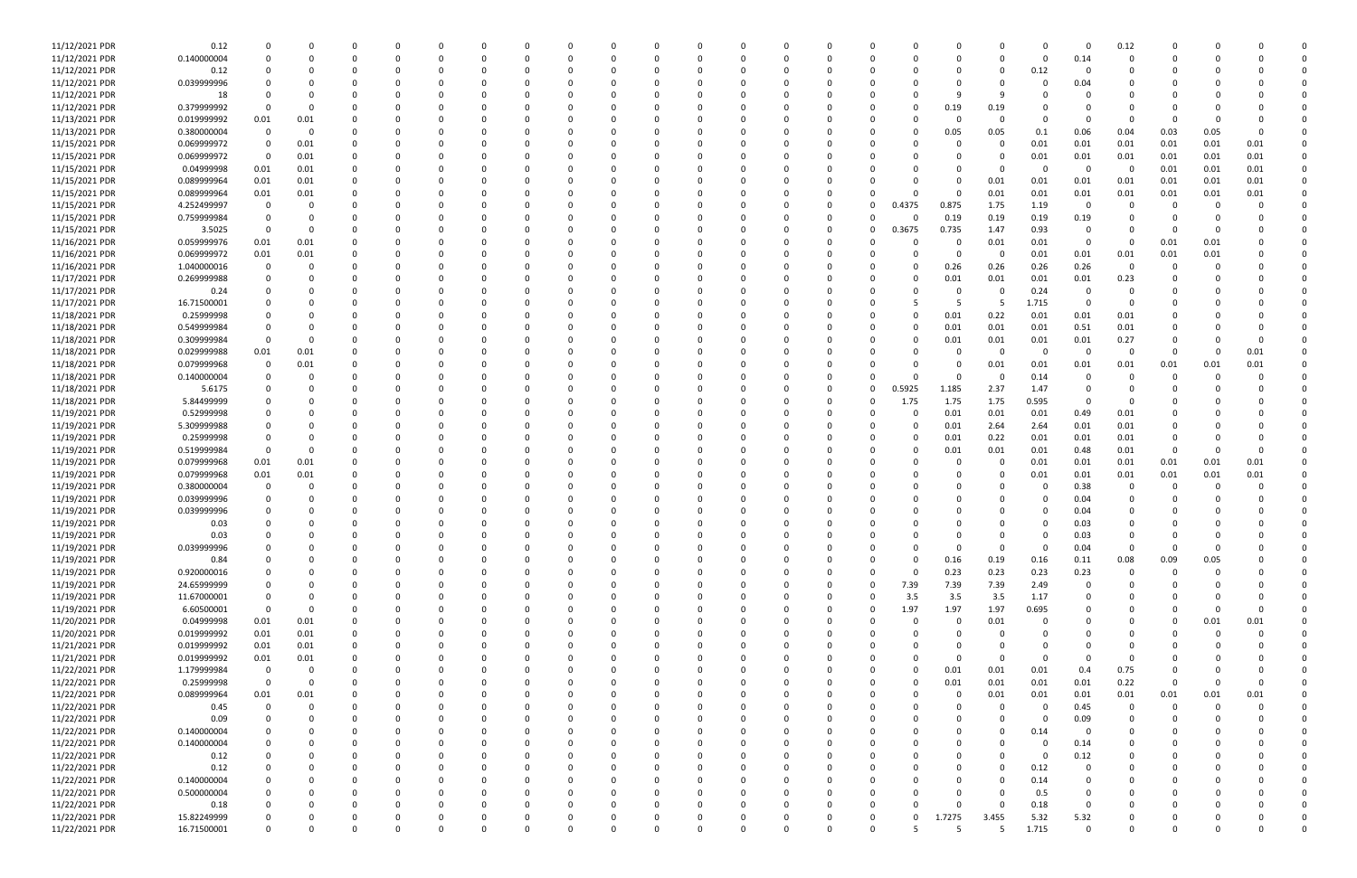| | | | | | | | | | | | | | | | | | | | | | | | | | |
|---|---|---|---|---|---|---|---|---|---|---|---|---|---|---|---|---|---|---|---|---|---|---|---|---|---|
| 11/12/2021 PDR | 0.12 | 0 | 0 | 0 | 0 | 0 | 0 | 0 | 0 | 0 | 0 | 0 | 0 | 0 | 0 | 0 | 0 | 0 | 0 | 0.12 | 0 | 0 | 0 | 0 | 0 |
| 11/12/2021 PDR | 0.140000004 | 0 | 0 | 0 | 0 | 0 | 0 | 0 | 0 | 0 | 0 | 0 | 0 | 0 | 0 | 0 | 0 | 0 | 0 | 0.14 | 0 | 0 | 0 | 0 | 0 |
| 11/12/2021 PDR | 0.12 | 0 | 0 | 0 | 0 | 0 | 0 | 0 | 0 | 0 | 0 | 0 | 0 | 0 | 0 | 0 | 0 | 0 | 0.12 | 0 | 0 | 0 | 0 | 0 | 0 |
| 11/12/2021 PDR | 0.039999996 | 0 | 0 | 0 | 0 | 0 | 0 | 0 | 0 | 0 | 0 | 0 | 0 | 0 | 0 | 0 | 0 | 0 | 0 | 0.04 | 0 | 0 | 0 | 0 | 0 |
| 11/12/2021 PDR | 18 | 0 | 0 | 0 | 0 | 0 | 0 | 0 | 0 | 0 | 0 | 0 | 0 | 0 | 0 | 0 | 9 | 9 | 0 | 0 | 0 | 0 | 0 | 0 | 0 |
| 11/12/2021 PDR | 0.379999992 | 0 | 0 | 0 | 0 | 0 | 0 | 0 | 0 | 0 | 0 | 0 | 0 | 0 | 0 | 0 | 0.19 | 0.19 | 0 | 0 | 0 | 0 | 0 | 0 | 0 |
| 11/13/2021 PDR | 0.019999992 | 0.01 | 0.01 | 0 | 0 | 0 | 0 | 0 | 0 | 0 | 0 | 0 | 0 | 0 | 0 | 0 | 0 | 0 | 0 | 0 | 0 | 0 | 0 | 0 | 0 |
| 11/13/2021 PDR | 0.380000004 | 0 | 0 | 0 | 0 | 0 | 0 | 0 | 0 | 0 | 0 | 0 | 0 | 0 | 0 | 0 | 0.05 | 0.05 | 0.1 | 0.06 | 0.04 | 0.03 | 0.05 | 0 | 0 |
| 11/15/2021 PDR | 0.069999972 | 0 | 0.01 | 0 | 0 | 0 | 0 | 0 | 0 | 0 | 0 | 0 | 0 | 0 | 0 | 0 | 0 | 0 | 0.01 | 0.01 | 0.01 | 0.01 | 0.01 | 0.01 | 0 |
| 11/15/2021 PDR | 0.069999972 | 0 | 0.01 | 0 | 0 | 0 | 0 | 0 | 0 | 0 | 0 | 0 | 0 | 0 | 0 | 0 | 0 | 0 | 0.01 | 0.01 | 0.01 | 0.01 | 0.01 | 0.01 | 0 |
| 11/15/2021 PDR | 0.04999998 | 0.01 | 0.01 | 0 | 0 | 0 | 0 | 0 | 0 | 0 | 0 | 0 | 0 | 0 | 0 | 0 | 0 | 0 | 0 | 0 | 0 | 0.01 | 0.01 | 0.01 | 0 |
| 11/15/2021 PDR | 0.089999964 | 0.01 | 0.01 | 0 | 0 | 0 | 0 | 0 | 0 | 0 | 0 | 0 | 0 | 0 | 0 | 0 | 0 | 0.01 | 0.01 | 0.01 | 0.01 | 0.01 | 0.01 | 0.01 | 0 |
| 11/15/2021 PDR | 0.089999964 | 0.01 | 0.01 | 0 | 0 | 0 | 0 | 0 | 0 | 0 | 0 | 0 | 0 | 0 | 0 | 0 | 0 | 0.01 | 0.01 | 0.01 | 0.01 | 0.01 | 0.01 | 0.01 | 0 |
| 11/15/2021 PDR | 4.252499997 | 0 | 0 | 0 | 0 | 0 | 0 | 0 | 0 | 0 | 0 | 0 | 0 | 0 | 0 | 0.4375 | 0.875 | 1.75 | 1.19 | 0 | 0 | 0 | 0 | 0 | 0 |
| 11/15/2021 PDR | 0.759999984 | 0 | 0 | 0 | 0 | 0 | 0 | 0 | 0 | 0 | 0 | 0 | 0 | 0 | 0 | 0 | 0.19 | 0.19 | 0.19 | 0.19 | 0 | 0 | 0 | 0 | 0 |
| 11/15/2021 PDR | 3.5025 | 0 | 0 | 0 | 0 | 0 | 0 | 0 | 0 | 0 | 0 | 0 | 0 | 0 | 0 | 0.3675 | 0.735 | 1.47 | 0.93 | 0 | 0 | 0 | 0 | 0 | 0 |
| 11/16/2021 PDR | 0.059999976 | 0.01 | 0.01 | 0 | 0 | 0 | 0 | 0 | 0 | 0 | 0 | 0 | 0 | 0 | 0 | 0 | 0 | 0.01 | 0.01 | 0 | 0 | 0.01 | 0.01 | 0 | 0 |
| 11/16/2021 PDR | 0.069999972 | 0.01 | 0.01 | 0 | 0 | 0 | 0 | 0 | 0 | 0 | 0 | 0 | 0 | 0 | 0 | 0 | 0 | 0 | 0.01 | 0.01 | 0.01 | 0.01 | 0.01 | 0 | 0 |
| 11/16/2021 PDR | 1.040000016 | 0 | 0 | 0 | 0 | 0 | 0 | 0 | 0 | 0 | 0 | 0 | 0 | 0 | 0 | 0 | 0.26 | 0.26 | 0.26 | 0.26 | 0 | 0 | 0 | 0 | 0 |
| 11/17/2021 PDR | 0.269999988 | 0 | 0 | 0 | 0 | 0 | 0 | 0 | 0 | 0 | 0 | 0 | 0 | 0 | 0 | 0 | 0.01 | 0.01 | 0.01 | 0.01 | 0.23 | 0 | 0 | 0 | 0 |
| 11/17/2021 PDR | 0.24 | 0 | 0 | 0 | 0 | 0 | 0 | 0 | 0 | 0 | 0 | 0 | 0 | 0 | 0 | 0 | 0 | 0 | 0.24 | 0 | 0 | 0 | 0 | 0 | 0 |
| 11/17/2021 PDR | 16.71500001 | 0 | 0 | 0 | 0 | 0 | 0 | 0 | 0 | 0 | 0 | 0 | 0 | 0 | 0 | 5 | 5 | 5 | 1.715 | 0 | 0 | 0 | 0 | 0 | 0 |
| 11/18/2021 PDR | 0.25999998 | 0 | 0 | 0 | 0 | 0 | 0 | 0 | 0 | 0 | 0 | 0 | 0 | 0 | 0 | 0 | 0.01 | 0.22 | 0.01 | 0.01 | 0.01 | 0 | 0 | 0 | 0 |
| 11/18/2021 PDR | 0.549999984 | 0 | 0 | 0 | 0 | 0 | 0 | 0 | 0 | 0 | 0 | 0 | 0 | 0 | 0 | 0 | 0.01 | 0.01 | 0.01 | 0.51 | 0.01 | 0 | 0 | 0 | 0 |
| 11/18/2021 PDR | 0.309999984 | 0 | 0 | 0 | 0 | 0 | 0 | 0 | 0 | 0 | 0 | 0 | 0 | 0 | 0 | 0 | 0.01 | 0.01 | 0.01 | 0.01 | 0.27 | 0 | 0 | 0 | 0 |
| 11/18/2021 PDR | 0.029999988 | 0.01 | 0.01 | 0 | 0 | 0 | 0 | 0 | 0 | 0 | 0 | 0 | 0 | 0 | 0 | 0 | 0 | 0 | 0 | 0 | 0 | 0 | 0 | 0.01 | 0 |
| 11/18/2021 PDR | 0.079999968 | 0 | 0.01 | 0 | 0 | 0 | 0 | 0 | 0 | 0 | 0 | 0 | 0 | 0 | 0 | 0 | 0 | 0.01 | 0.01 | 0.01 | 0.01 | 0.01 | 0.01 | 0.01 | 0 |
| 11/18/2021 PDR | 0.140000004 | 0 | 0 | 0 | 0 | 0 | 0 | 0 | 0 | 0 | 0 | 0 | 0 | 0 | 0 | 0 | 0 | 0 | 0.14 | 0 | 0 | 0 | 0 | 0 | 0 |
| 11/18/2021 PDR | 5.6175 | 0 | 0 | 0 | 0 | 0 | 0 | 0 | 0 | 0 | 0 | 0 | 0 | 0 | 0 | 0.5925 | 1.185 | 2.37 | 1.47 | 0 | 0 | 0 | 0 | 0 | 0 |
| 11/18/2021 PDR | 5.84499999 | 0 | 0 | 0 | 0 | 0 | 0 | 0 | 0 | 0 | 0 | 0 | 0 | 0 | 0 | 1.75 | 1.75 | 1.75 | 0.595 | 0 | 0 | 0 | 0 | 0 | 0 |
| 11/19/2021 PDR | 0.52999998 | 0 | 0 | 0 | 0 | 0 | 0 | 0 | 0 | 0 | 0 | 0 | 0 | 0 | 0 | 0 | 0.01 | 0.01 | 0.01 | 0.49 | 0.01 | 0 | 0 | 0 | 0 |
| 11/19/2021 PDR | 5.309999988 | 0 | 0 | 0 | 0 | 0 | 0 | 0 | 0 | 0 | 0 | 0 | 0 | 0 | 0 | 0 | 0.01 | 2.64 | 2.64 | 0.01 | 0.01 | 0 | 0 | 0 | 0 |
| 11/19/2021 PDR | 0.25999998 | 0 | 0 | 0 | 0 | 0 | 0 | 0 | 0 | 0 | 0 | 0 | 0 | 0 | 0 | 0 | 0.01 | 0.22 | 0.01 | 0.01 | 0.01 | 0 | 0 | 0 | 0 |
| 11/19/2021 PDR | 0.519999984 | 0 | 0 | 0 | 0 | 0 | 0 | 0 | 0 | 0 | 0 | 0 | 0 | 0 | 0 | 0 | 0.01 | 0.01 | 0.01 | 0.48 | 0.01 | 0 | 0 | 0 | 0 |
| 11/19/2021 PDR | 0.079999968 | 0.01 | 0.01 | 0 | 0 | 0 | 0 | 0 | 0 | 0 | 0 | 0 | 0 | 0 | 0 | 0 | 0 | 0 | 0.01 | 0.01 | 0.01 | 0.01 | 0.01 | 0.01 | 0 |
| 11/19/2021 PDR | 0.079999968 | 0.01 | 0.01 | 0 | 0 | 0 | 0 | 0 | 0 | 0 | 0 | 0 | 0 | 0 | 0 | 0 | 0 | 0 | 0.01 | 0.01 | 0.01 | 0.01 | 0.01 | 0.01 | 0 |
| 11/19/2021 PDR | 0.380000004 | 0 | 0 | 0 | 0 | 0 | 0 | 0 | 0 | 0 | 0 | 0 | 0 | 0 | 0 | 0 | 0 | 0 | 0 | 0.38 | 0 | 0 | 0 | 0 | 0 |
| 11/19/2021 PDR | 0.039999996 | 0 | 0 | 0 | 0 | 0 | 0 | 0 | 0 | 0 | 0 | 0 | 0 | 0 | 0 | 0 | 0 | 0 | 0 | 0.04 | 0 | 0 | 0 | 0 | 0 |
| 11/19/2021 PDR | 0.039999996 | 0 | 0 | 0 | 0 | 0 | 0 | 0 | 0 | 0 | 0 | 0 | 0 | 0 | 0 | 0 | 0 | 0 | 0 | 0.04 | 0 | 0 | 0 | 0 | 0 |
| 11/19/2021 PDR | 0.03 | 0 | 0 | 0 | 0 | 0 | 0 | 0 | 0 | 0 | 0 | 0 | 0 | 0 | 0 | 0 | 0 | 0 | 0 | 0.03 | 0 | 0 | 0 | 0 | 0 |
| 11/19/2021 PDR | 0.03 | 0 | 0 | 0 | 0 | 0 | 0 | 0 | 0 | 0 | 0 | 0 | 0 | 0 | 0 | 0 | 0 | 0 | 0 | 0.03 | 0 | 0 | 0 | 0 | 0 |
| 11/19/2021 PDR | 0.039999996 | 0 | 0 | 0 | 0 | 0 | 0 | 0 | 0 | 0 | 0 | 0 | 0 | 0 | 0 | 0 | 0 | 0 | 0 | 0.04 | 0 | 0 | 0 | 0 | 0 |
| 11/19/2021 PDR | 0.84 | 0 | 0 | 0 | 0 | 0 | 0 | 0 | 0 | 0 | 0 | 0 | 0 | 0 | 0 | 0 | 0.16 | 0.19 | 0.16 | 0.11 | 0.08 | 0.09 | 0.05 | 0 | 0 |
| 11/19/2021 PDR | 0.920000016 | 0 | 0 | 0 | 0 | 0 | 0 | 0 | 0 | 0 | 0 | 0 | 0 | 0 | 0 | 0 | 0.23 | 0.23 | 0.23 | 0.23 | 0 | 0 | 0 | 0 | 0 |
| 11/19/2021 PDR | 24.65999999 | 0 | 0 | 0 | 0 | 0 | 0 | 0 | 0 | 0 | 0 | 0 | 0 | 0 | 0 | 7.39 | 7.39 | 7.39 | 2.49 | 0 | 0 | 0 | 0 | 0 | 0 |
| 11/19/2021 PDR | 11.67000001 | 0 | 0 | 0 | 0 | 0 | 0 | 0 | 0 | 0 | 0 | 0 | 0 | 0 | 0 | 3.5 | 3.5 | 3.5 | 1.17 | 0 | 0 | 0 | 0 | 0 | 0 |
| 11/19/2021 PDR | 6.60500001 | 0 | 0 | 0 | 0 | 0 | 0 | 0 | 0 | 0 | 0 | 0 | 0 | 0 | 0 | 1.97 | 1.97 | 1.97 | 0.695 | 0 | 0 | 0 | 0 | 0 | 0 |
| 11/20/2021 PDR | 0.04999998 | 0.01 | 0.01 | 0 | 0 | 0 | 0 | 0 | 0 | 0 | 0 | 0 | 0 | 0 | 0 | 0 | 0 | 0.01 | 0 | 0 | 0 | 0 | 0.01 | 0.01 | 0 |
| 11/20/2021 PDR | 0.019999992 | 0.01 | 0.01 | 0 | 0 | 0 | 0 | 0 | 0 | 0 | 0 | 0 | 0 | 0 | 0 | 0 | 0 | 0 | 0 | 0 | 0 | 0 | 0 | 0 | 0 |
| 11/21/2021 PDR | 0.019999992 | 0.01 | 0.01 | 0 | 0 | 0 | 0 | 0 | 0 | 0 | 0 | 0 | 0 | 0 | 0 | 0 | 0 | 0 | 0 | 0 | 0 | 0 | 0 | 0 | 0 |
| 11/21/2021 PDR | 0.019999992 | 0.01 | 0.01 | 0 | 0 | 0 | 0 | 0 | 0 | 0 | 0 | 0 | 0 | 0 | 0 | 0 | 0 | 0 | 0 | 0 | 0 | 0 | 0 | 0 | 0 |
| 11/22/2021 PDR | 1.179999984 | 0 | 0 | 0 | 0 | 0 | 0 | 0 | 0 | 0 | 0 | 0 | 0 | 0 | 0 | 0 | 0.01 | 0.01 | 0.01 | 0.4 | 0.75 | 0 | 0 | 0 | 0 |
| 11/22/2021 PDR | 0.25999998 | 0 | 0 | 0 | 0 | 0 | 0 | 0 | 0 | 0 | 0 | 0 | 0 | 0 | 0 | 0 | 0.01 | 0.01 | 0.01 | 0.01 | 0.22 | 0 | 0 | 0 | 0 |
| 11/22/2021 PDR | 0.089999964 | 0.01 | 0.01 | 0 | 0 | 0 | 0 | 0 | 0 | 0 | 0 | 0 | 0 | 0 | 0 | 0 | 0 | 0.01 | 0.01 | 0.01 | 0.01 | 0.01 | 0.01 | 0.01 | 0 |
| 11/22/2021 PDR | 0.45 | 0 | 0 | 0 | 0 | 0 | 0 | 0 | 0 | 0 | 0 | 0 | 0 | 0 | 0 | 0 | 0 | 0 | 0 | 0.45 | 0 | 0 | 0 | 0 | 0 |
| 11/22/2021 PDR | 0.09 | 0 | 0 | 0 | 0 | 0 | 0 | 0 | 0 | 0 | 0 | 0 | 0 | 0 | 0 | 0 | 0 | 0 | 0 | 0.09 | 0 | 0 | 0 | 0 | 0 |
| 11/22/2021 PDR | 0.140000004 | 0 | 0 | 0 | 0 | 0 | 0 | 0 | 0 | 0 | 0 | 0 | 0 | 0 | 0 | 0 | 0 | 0 | 0.14 | 0 | 0 | 0 | 0 | 0 | 0 |
| 11/22/2021 PDR | 0.140000004 | 0 | 0 | 0 | 0 | 0 | 0 | 0 | 0 | 0 | 0 | 0 | 0 | 0 | 0 | 0 | 0 | 0 | 0 | 0.14 | 0 | 0 | 0 | 0 | 0 |
| 11/22/2021 PDR | 0.12 | 0 | 0 | 0 | 0 | 0 | 0 | 0 | 0 | 0 | 0 | 0 | 0 | 0 | 0 | 0 | 0 | 0 | 0 | 0.12 | 0 | 0 | 0 | 0 | 0 |
| 11/22/2021 PDR | 0.12 | 0 | 0 | 0 | 0 | 0 | 0 | 0 | 0 | 0 | 0 | 0 | 0 | 0 | 0 | 0 | 0 | 0 | 0.12 | 0 | 0 | 0 | 0 | 0 | 0 |
| 11/22/2021 PDR | 0.140000004 | 0 | 0 | 0 | 0 | 0 | 0 | 0 | 0 | 0 | 0 | 0 | 0 | 0 | 0 | 0 | 0 | 0 | 0.14 | 0 | 0 | 0 | 0 | 0 | 0 |
| 11/22/2021 PDR | 0.500000004 | 0 | 0 | 0 | 0 | 0 | 0 | 0 | 0 | 0 | 0 | 0 | 0 | 0 | 0 | 0 | 0 | 0 | 0.5 | 0 | 0 | 0 | 0 | 0 | 0 |
| 11/22/2021 PDR | 0.18 | 0 | 0 | 0 | 0 | 0 | 0 | 0 | 0 | 0 | 0 | 0 | 0 | 0 | 0 | 0 | 0 | 0 | 0.18 | 0 | 0 | 0 | 0 | 0 | 0 |
| 11/22/2021 PDR | 15.82249999 | 0 | 0 | 0 | 0 | 0 | 0 | 0 | 0 | 0 | 0 | 0 | 0 | 0 | 0 | 0 | 1.7275 | 3.455 | 5.32 | 5.32 | 0 | 0 | 0 | 0 | 0 |
| 11/22/2021 PDR | 16.71500001 | 0 | 0 | 0 | 0 | 0 | 0 | 0 | 0 | 0 | 0 | 0 | 0 | 0 | 0 | 5 | 5 | 5 | 1.715 | 0 | 0 | 0 | 0 | 0 | 0 |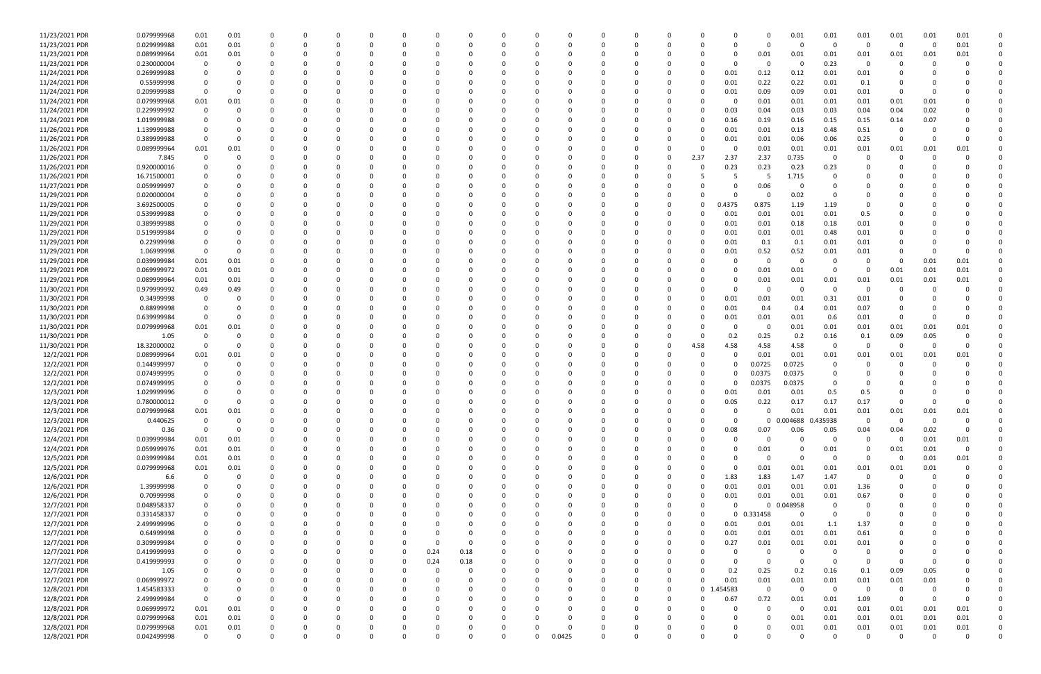| | | | | | | | | | | | | | | | | | | | | | | | | | | |
|---|---|---|---|---|---|---|---|---|---|---|---|---|---|---|---|---|---|---|---|---|---|---|---|---|---|---|
| 11/23/2021 PDR | 0.079999968 | 0.01 | 0.01 | 0 | 0 | 0 | 0 | 0 | 0 | 0 | 0 | 0 | 0 | 0 | 0 | 0 | 0 | 0 | 0 | 0.01 | 0.01 | 0.01 | 0.01 | 0.01 | 0.01 | 0 |
| 11/23/2021 PDR | 0.029999988 | 0.01 | 0.01 | 0 | 0 | 0 | 0 | 0 | 0 | 0 | 0 | 0 | 0 | 0 | 0 | 0 | 0 | 0 | 0 | 0 | 0 | 0 | 0 | 0 | 0.01 | 0 |
| 11/23/2021 PDR | 0.089999964 | 0.01 | 0.01 | 0 | 0 | 0 | 0 | 0 | 0 | 0 | 0 | 0 | 0 | 0 | 0 | 0 | 0 | 0 | 0.01 | 0.01 | 0.01 | 0.01 | 0.01 | 0.01 | 0.01 | 0 |
| 11/23/2021 PDR | 0.230000004 | 0 | 0 | 0 | 0 | 0 | 0 | 0 | 0 | 0 | 0 | 0 | 0 | 0 | 0 | 0 | 0 | 0 | 0 | 0 | 0.23 | 0 | 0 | 0 | 0 | 0 |
| 11/24/2021 PDR | 0.269999988 | 0 | 0 | 0 | 0 | 0 | 0 | 0 | 0 | 0 | 0 | 0 | 0 | 0 | 0 | 0 | 0 | 0.01 | 0.12 | 0.12 | 0.01 | 0.01 | 0 | 0 | 0 | 0 |
| 11/24/2021 PDR | 0.55999998 | 0 | 0 | 0 | 0 | 0 | 0 | 0 | 0 | 0 | 0 | 0 | 0 | 0 | 0 | 0 | 0 | 0.01 | 0.22 | 0.22 | 0.01 | 0.1 | 0 | 0 | 0 | 0 |
| 11/24/2021 PDR | 0.209999988 | 0 | 0 | 0 | 0 | 0 | 0 | 0 | 0 | 0 | 0 | 0 | 0 | 0 | 0 | 0 | 0 | 0.01 | 0.09 | 0.09 | 0.01 | 0.01 | 0 | 0 | 0 | 0 |
| 11/24/2021 PDR | 0.079999968 | 0.01 | 0.01 | 0 | 0 | 0 | 0 | 0 | 0 | 0 | 0 | 0 | 0 | 0 | 0 | 0 | 0 | 0 | 0.01 | 0.01 | 0.01 | 0.01 | 0.01 | 0.01 | 0 | 0 |
| 11/24/2021 PDR | 0.229999992 | 0 | 0 | 0 | 0 | 0 | 0 | 0 | 0 | 0 | 0 | 0 | 0 | 0 | 0 | 0 | 0 | 0.03 | 0.04 | 0.03 | 0.03 | 0.04 | 0.04 | 0.02 | 0 | 0 |
| 11/24/2021 PDR | 1.019999988 | 0 | 0 | 0 | 0 | 0 | 0 | 0 | 0 | 0 | 0 | 0 | 0 | 0 | 0 | 0 | 0 | 0.16 | 0.19 | 0.16 | 0.15 | 0.15 | 0.14 | 0.07 | 0 | 0 |
| 11/26/2021 PDR | 1.139999988 | 0 | 0 | 0 | 0 | 0 | 0 | 0 | 0 | 0 | 0 | 0 | 0 | 0 | 0 | 0 | 0 | 0.01 | 0.01 | 0.13 | 0.48 | 0.51 | 0 | 0 | 0 | 0 |
| 11/26/2021 PDR | 0.389999988 | 0 | 0 | 0 | 0 | 0 | 0 | 0 | 0 | 0 | 0 | 0 | 0 | 0 | 0 | 0 | 0 | 0.01 | 0.01 | 0.06 | 0.06 | 0.25 | 0 | 0 | 0 | 0 |
| 11/26/2021 PDR | 0.089999964 | 0.01 | 0.01 | 0 | 0 | 0 | 0 | 0 | 0 | 0 | 0 | 0 | 0 | 0 | 0 | 0 | 0 | 0 | 0.01 | 0.01 | 0.01 | 0.01 | 0.01 | 0.01 | 0.01 | 0 |
| 11/26/2021 PDR | 7.845 | 0 | 0 | 0 | 0 | 0 | 0 | 0 | 0 | 0 | 0 | 0 | 0 | 0 | 0 | 0 | 2.37 | 2.37 | 2.37 | 0.735 | 0 | 0 | 0 | 0 | 0 | 0 |
| 11/26/2021 PDR | 0.920000016 | 0 | 0 | 0 | 0 | 0 | 0 | 0 | 0 | 0 | 0 | 0 | 0 | 0 | 0 | 0 | 0 | 0.23 | 0.23 | 0.23 | 0.23 | 0 | 0 | 0 | 0 | 0 |
| 11/26/2021 PDR | 16.71500001 | 0 | 0 | 0 | 0 | 0 | 0 | 0 | 0 | 0 | 0 | 0 | 0 | 0 | 0 | 0 | 5 | 5 | 5 | 1.715 | 0 | 0 | 0 | 0 | 0 | 0 |
| 11/27/2021 PDR | 0.059999997 | 0 | 0 | 0 | 0 | 0 | 0 | 0 | 0 | 0 | 0 | 0 | 0 | 0 | 0 | 0 | 0 | 0 | 0.06 | 0 | 0 | 0 | 0 | 0 | 0 | 0 |
| 11/29/2021 PDR | 0.020000004 | 0 | 0 | 0 | 0 | 0 | 0 | 0 | 0 | 0 | 0 | 0 | 0 | 0 | 0 | 0 | 0 | 0 | 0 | 0.02 | 0 | 0 | 0 | 0 | 0 | 0 |
| 11/29/2021 PDR | 3.692500005 | 0 | 0 | 0 | 0 | 0 | 0 | 0 | 0 | 0 | 0 | 0 | 0 | 0 | 0 | 0 | 0 | 0.4375 | 0.875 | 1.19 | 1.19 | 0 | 0 | 0 | 0 | 0 |
| 11/29/2021 PDR | 0.539999988 | 0 | 0 | 0 | 0 | 0 | 0 | 0 | 0 | 0 | 0 | 0 | 0 | 0 | 0 | 0 | 0 | 0.01 | 0.01 | 0.01 | 0.01 | 0.5 | 0 | 0 | 0 | 0 |
| 11/29/2021 PDR | 0.389999988 | 0 | 0 | 0 | 0 | 0 | 0 | 0 | 0 | 0 | 0 | 0 | 0 | 0 | 0 | 0 | 0 | 0.01 | 0.01 | 0.18 | 0.18 | 0.01 | 0 | 0 | 0 | 0 |
| 11/29/2021 PDR | 0.519999984 | 0 | 0 | 0 | 0 | 0 | 0 | 0 | 0 | 0 | 0 | 0 | 0 | 0 | 0 | 0 | 0 | 0.01 | 0.01 | 0.01 | 0.48 | 0.01 | 0 | 0 | 0 | 0 |
| 11/29/2021 PDR | 0.22999998 | 0 | 0 | 0 | 0 | 0 | 0 | 0 | 0 | 0 | 0 | 0 | 0 | 0 | 0 | 0 | 0 | 0.01 | 0.1 | 0.1 | 0.01 | 0.01 | 0 | 0 | 0 | 0 |
| 11/29/2021 PDR | 1.06999998 | 0 | 0 | 0 | 0 | 0 | 0 | 0 | 0 | 0 | 0 | 0 | 0 | 0 | 0 | 0 | 0 | 0.01 | 0.52 | 0.52 | 0.01 | 0.01 | 0 | 0 | 0 | 0 |
| 11/29/2021 PDR | 0.039999984 | 0.01 | 0.01 | 0 | 0 | 0 | 0 | 0 | 0 | 0 | 0 | 0 | 0 | 0 | 0 | 0 | 0 | 0 | 0 | 0 | 0 | 0 | 0 | 0.01 | 0.01 | 0 |
| 11/29/2021 PDR | 0.069999972 | 0.01 | 0.01 | 0 | 0 | 0 | 0 | 0 | 0 | 0 | 0 | 0 | 0 | 0 | 0 | 0 | 0 | 0 | 0.01 | 0.01 | 0 | 0 | 0.01 | 0.01 | 0.01 | 0 |
| 11/29/2021 PDR | 0.089999964 | 0.01 | 0.01 | 0 | 0 | 0 | 0 | 0 | 0 | 0 | 0 | 0 | 0 | 0 | 0 | 0 | 0 | 0 | 0.01 | 0.01 | 0.01 | 0.01 | 0.01 | 0.01 | 0.01 | 0 |
| 11/30/2021 PDR | 0.979999992 | 0.49 | 0.49 | 0 | 0 | 0 | 0 | 0 | 0 | 0 | 0 | 0 | 0 | 0 | 0 | 0 | 0 | 0 | 0 | 0 | 0 | 0 | 0 | 0 | 0 | 0 |
| 11/30/2021 PDR | 0.34999998 | 0 | 0 | 0 | 0 | 0 | 0 | 0 | 0 | 0 | 0 | 0 | 0 | 0 | 0 | 0 | 0 | 0.01 | 0.01 | 0.01 | 0.31 | 0.01 | 0 | 0 | 0 | 0 |
| 11/30/2021 PDR | 0.88999998 | 0 | 0 | 0 | 0 | 0 | 0 | 0 | 0 | 0 | 0 | 0 | 0 | 0 | 0 | 0 | 0 | 0.01 | 0.4 | 0.4 | 0.01 | 0.07 | 0 | 0 | 0 | 0 |
| 11/30/2021 PDR | 0.639999984 | 0 | 0 | 0 | 0 | 0 | 0 | 0 | 0 | 0 | 0 | 0 | 0 | 0 | 0 | 0 | 0 | 0.01 | 0.01 | 0.01 | 0.6 | 0.01 | 0 | 0 | 0 | 0 |
| 11/30/2021 PDR | 0.079999968 | 0.01 | 0.01 | 0 | 0 | 0 | 0 | 0 | 0 | 0 | 0 | 0 | 0 | 0 | 0 | 0 | 0 | 0 | 0 | 0.01 | 0.01 | 0.01 | 0.01 | 0.01 | 0.01 | 0 |
| 11/30/2021 PDR | 1.05 | 0 | 0 | 0 | 0 | 0 | 0 | 0 | 0 | 0 | 0 | 0 | 0 | 0 | 0 | 0 | 0 | 0.2 | 0.25 | 0.2 | 0.16 | 0.1 | 0.09 | 0.05 | 0 | 0 |
| 11/30/2021 PDR | 18.32000002 | 0 | 0 | 0 | 0 | 0 | 0 | 0 | 0 | 0 | 0 | 0 | 0 | 0 | 0 | 0 | 4.58 | 4.58 | 4.58 | 4.58 | 0 | 0 | 0 | 0 | 0 | 0 |
| 12/2/2021 PDR | 0.089999964 | 0.01 | 0.01 | 0 | 0 | 0 | 0 | 0 | 0 | 0 | 0 | 0 | 0 | 0 | 0 | 0 | 0 | 0 | 0.01 | 0.01 | 0.01 | 0.01 | 0.01 | 0.01 | 0.01 | 0 |
| 12/2/2021 PDR | 0.144999997 | 0 | 0 | 0 | 0 | 0 | 0 | 0 | 0 | 0 | 0 | 0 | 0 | 0 | 0 | 0 | 0 | 0 | 0.0725 | 0.0725 | 0 | 0 | 0 | 0 | 0 | 0 |
| 12/2/2021 PDR | 0.074999995 | 0 | 0 | 0 | 0 | 0 | 0 | 0 | 0 | 0 | 0 | 0 | 0 | 0 | 0 | 0 | 0 | 0 | 0.0375 | 0.0375 | 0 | 0 | 0 | 0 | 0 | 0 |
| 12/2/2021 PDR | 0.074999995 | 0 | 0 | 0 | 0 | 0 | 0 | 0 | 0 | 0 | 0 | 0 | 0 | 0 | 0 | 0 | 0 | 0 | 0.0375 | 0.0375 | 0 | 0 | 0 | 0 | 0 | 0 |
| 12/3/2021 PDR | 1.029999996 | 0 | 0 | 0 | 0 | 0 | 0 | 0 | 0 | 0 | 0 | 0 | 0 | 0 | 0 | 0 | 0 | 0.01 | 0.01 | 0.01 | 0.5 | 0.5 | 0 | 0 | 0 | 0 |
| 12/3/2021 PDR | 0.780000012 | 0 | 0 | 0 | 0 | 0 | 0 | 0 | 0 | 0 | 0 | 0 | 0 | 0 | 0 | 0 | 0 | 0.05 | 0.22 | 0.17 | 0.17 | 0.17 | 0 | 0 | 0 | 0 |
| 12/3/2021 PDR | 0.079999968 | 0.01 | 0.01 | 0 | 0 | 0 | 0 | 0 | 0 | 0 | 0 | 0 | 0 | 0 | 0 | 0 | 0 | 0 | 0 | 0.01 | 0.01 | 0.01 | 0.01 | 0.01 | 0.01 | 0 |
| 12/3/2021 PDR | 0.440625 | 0 | 0 | 0 | 0 | 0 | 0 | 0 | 0 | 0 | 0 | 0 | 0 | 0 | 0 | 0 | 0 | 0 | 0 | 0.004688 | 0.435938 | 0 | 0 | 0 | 0 | 0 |
| 12/3/2021 PDR | 0.36 | 0 | 0 | 0 | 0 | 0 | 0 | 0 | 0 | 0 | 0 | 0 | 0 | 0 | 0 | 0 | 0 | 0.08 | 0.07 | 0.06 | 0.05 | 0.04 | 0.04 | 0.02 | 0 | 0 |
| 12/4/2021 PDR | 0.039999984 | 0.01 | 0.01 | 0 | 0 | 0 | 0 | 0 | 0 | 0 | 0 | 0 | 0 | 0 | 0 | 0 | 0 | 0 | 0 | 0 | 0 | 0 | 0 | 0.01 | 0.01 | 0 |
| 12/4/2021 PDR | 0.059999976 | 0.01 | 0.01 | 0 | 0 | 0 | 0 | 0 | 0 | 0 | 0 | 0 | 0 | 0 | 0 | 0 | 0 | 0 | 0.01 | 0 | 0.01 | 0 | 0.01 | 0.01 | 0 | 0 |
| 12/5/2021 PDR | 0.039999984 | 0.01 | 0.01 | 0 | 0 | 0 | 0 | 0 | 0 | 0 | 0 | 0 | 0 | 0 | 0 | 0 | 0 | 0 | 0 | 0 | 0 | 0 | 0 | 0.01 | 0.01 | 0 |
| 12/5/2021 PDR | 0.079999968 | 0.01 | 0.01 | 0 | 0 | 0 | 0 | 0 | 0 | 0 | 0 | 0 | 0 | 0 | 0 | 0 | 0 | 0 | 0.01 | 0.01 | 0.01 | 0.01 | 0.01 | 0.01 | 0 | 0 |
| 12/6/2021 PDR | 6.6 | 0 | 0 | 0 | 0 | 0 | 0 | 0 | 0 | 0 | 0 | 0 | 0 | 0 | 0 | 0 | 0 | 1.83 | 1.83 | 1.47 | 1.47 | 0 | 0 | 0 | 0 | 0 |
| 12/6/2021 PDR | 1.39999998 | 0 | 0 | 0 | 0 | 0 | 0 | 0 | 0 | 0 | 0 | 0 | 0 | 0 | 0 | 0 | 0 | 0.01 | 0.01 | 0.01 | 0.01 | 1.36 | 0 | 0 | 0 | 0 |
| 12/6/2021 PDR | 0.70999998 | 0 | 0 | 0 | 0 | 0 | 0 | 0 | 0 | 0 | 0 | 0 | 0 | 0 | 0 | 0 | 0 | 0.01 | 0.01 | 0.01 | 0.01 | 0.67 | 0 | 0 | 0 | 0 |
| 12/7/2021 PDR | 0.048958337 | 0 | 0 | 0 | 0 | 0 | 0 | 0 | 0 | 0 | 0 | 0 | 0 | 0 | 0 | 0 | 0 | 0 | 0 | 0.048958 | 0 | 0 | 0 | 0 | 0 | 0 |
| 12/7/2021 PDR | 0.331458337 | 0 | 0 | 0 | 0 | 0 | 0 | 0 | 0 | 0 | 0 | 0 | 0 | 0 | 0 | 0 | 0 | 0 | 0.331458 | 0 | 0 | 0 | 0 | 0 | 0 | 0 |
| 12/7/2021 PDR | 2.499999996 | 0 | 0 | 0 | 0 | 0 | 0 | 0 | 0 | 0 | 0 | 0 | 0 | 0 | 0 | 0 | 0 | 0.01 | 0.01 | 0.01 | 1.1 | 1.37 | 0 | 0 | 0 | 0 |
| 12/7/2021 PDR | 0.64999998 | 0 | 0 | 0 | 0 | 0 | 0 | 0 | 0 | 0 | 0 | 0 | 0 | 0 | 0 | 0 | 0 | 0.01 | 0.01 | 0.01 | 0.01 | 0.61 | 0 | 0 | 0 | 0 |
| 12/7/2021 PDR | 0.309999984 | 0 | 0 | 0 | 0 | 0 | 0 | 0 | 0 | 0 | 0 | 0 | 0 | 0 | 0 | 0 | 0 | 0.27 | 0.01 | 0.01 | 0.01 | 0.01 | 0 | 0 | 0 | 0 |
| 12/7/2021 PDR | 0.419999993 | 0 | 0 | 0 | 0 | 0 | 0 | 0 | 0.24 | 0.18 | 0 | 0 | 0 | 0 | 0 | 0 | 0 | 0 | 0 | 0 | 0 | 0 | 0 | 0 | 0 | 0 |
| 12/7/2021 PDR | 0.419999993 | 0 | 0 | 0 | 0 | 0 | 0 | 0 | 0.24 | 0.18 | 0 | 0 | 0 | 0 | 0 | 0 | 0 | 0 | 0 | 0 | 0 | 0 | 0 | 0 | 0 | 0 |
| 12/7/2021 PDR | 1.05 | 0 | 0 | 0 | 0 | 0 | 0 | 0 | 0 | 0 | 0 | 0 | 0 | 0 | 0 | 0 | 0 | 0.2 | 0.25 | 0.2 | 0.16 | 0.1 | 0.09 | 0.05 | 0 | 0 |
| 12/7/2021 PDR | 0.069999972 | 0 | 0 | 0 | 0 | 0 | 0 | 0 | 0 | 0 | 0 | 0 | 0 | 0 | 0 | 0 | 0 | 0.01 | 0.01 | 0.01 | 0.01 | 0.01 | 0.01 | 0.01 | 0 | 0 |
| 12/8/2021 PDR | 1.454583333 | 0 | 0 | 0 | 0 | 0 | 0 | 0 | 0 | 0 | 0 | 0 | 0 | 0 | 0 | 0 | 0 | 1.454583 | 0 | 0 | 0 | 0 | 0 | 0 | 0 | 0 |
| 12/8/2021 PDR | 2.499999984 | 0 | 0 | 0 | 0 | 0 | 0 | 0 | 0 | 0 | 0 | 0 | 0 | 0 | 0 | 0 | 0 | 0.67 | 0.72 | 0.01 | 0.01 | 1.09 | 0 | 0 | 0 | 0 |
| 12/8/2021 PDR | 0.069999972 | 0.01 | 0.01 | 0 | 0 | 0 | 0 | 0 | 0 | 0 | 0 | 0 | 0 | 0 | 0 | 0 | 0 | 0 | 0 | 0 | 0.01 | 0.01 | 0.01 | 0.01 | 0.01 | 0 |
| 12/8/2021 PDR | 0.079999968 | 0.01 | 0.01 | 0 | 0 | 0 | 0 | 0 | 0 | 0 | 0 | 0 | 0 | 0 | 0 | 0 | 0 | 0 | 0 | 0.01 | 0.01 | 0.01 | 0.01 | 0.01 | 0.01 | 0 |
| 12/8/2021 PDR | 0.079999968 | 0.01 | 0.01 | 0 | 0 | 0 | 0 | 0 | 0 | 0 | 0 | 0 | 0 | 0 | 0 | 0 | 0 | 0 | 0 | 0.01 | 0.01 | 0.01 | 0.01 | 0.01 | 0.01 | 0 |
| 12/8/2021 PDR | 0.042499998 | 0 | 0 | 0 | 0 | 0 | 0 | 0 | 0 | 0 | 0 | 0.0425 | 0 | 0 | 0 | 0 | 0 | 0 | 0 | 0 | 0 | 0 | 0 | 0 | 0 | 0 |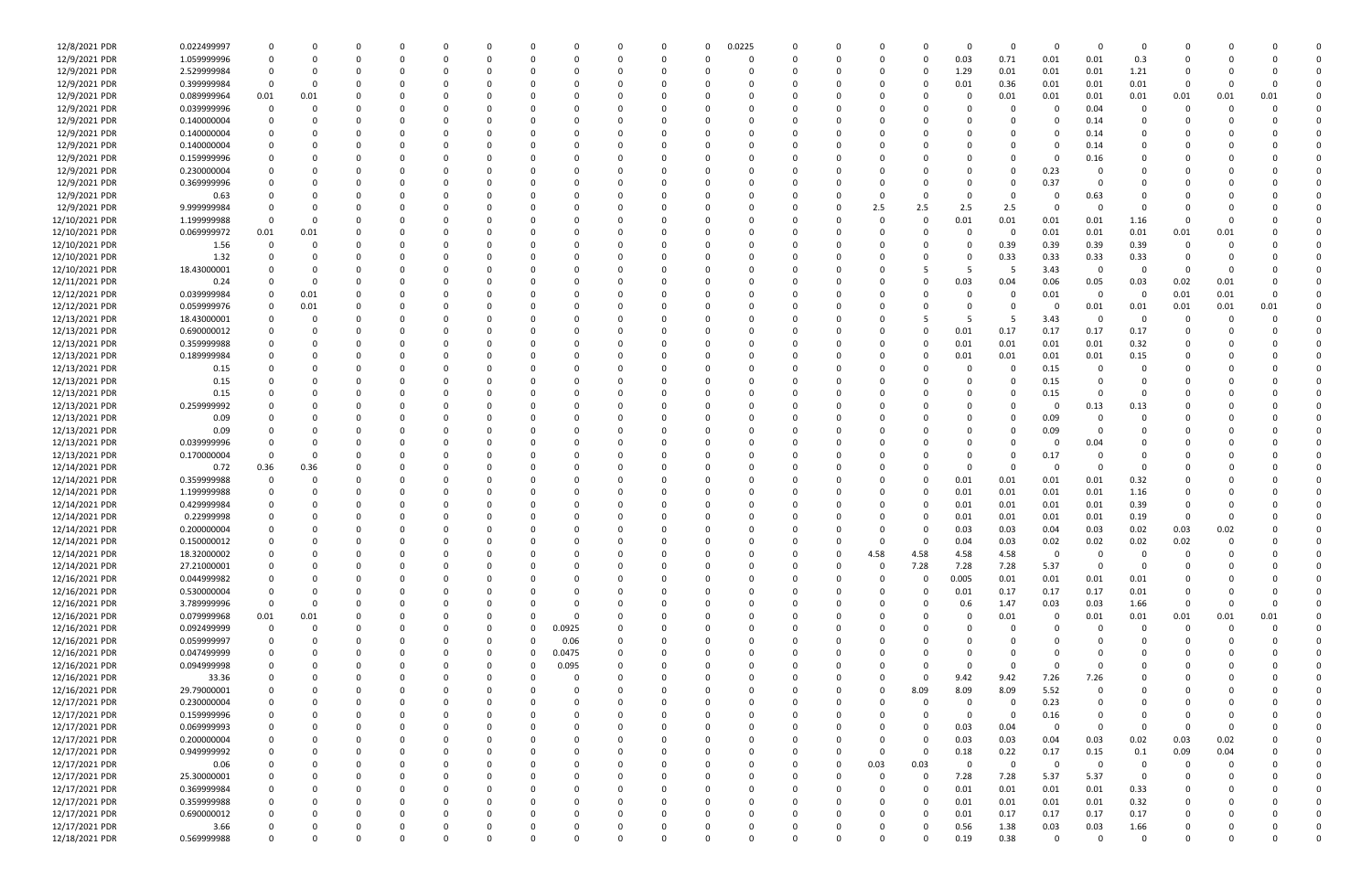| | | | | | | | | | | | | | | | | | | | | | | | | | | |
|---|---|---|---|---|---|---|---|---|---|---|---|---|---|---|---|---|---|---|---|---|---|---|---|---|---|---|
| 12/8/2021 PDR | 0.022499997 | 0 | 0 | 0 | 0 | 0 | 0 | 0 | 0 | 0 | 0 | 0 | 0.0225 | 0 | 0 | 0 | 0 | 0 | 0 | 0 | 0 | 0 | 0 | 0 | 0 | 0 |
| 12/9/2021 PDR | 1.059999996 | 0 | 0 | 0 | 0 | 0 | 0 | 0 | 0 | 0 | 0 | 0 | 0 | 0 | 0 | 0 | 0 | 0.03 | 0.71 | 0.01 | 0.01 | 0.3 | 0 | 0 | 0 | 0 |
| 12/9/2021 PDR | 2.529999984 | 0 | 0 | 0 | 0 | 0 | 0 | 0 | 0 | 0 | 0 | 0 | 0 | 0 | 0 | 0 | 0 | 1.29 | 0.01 | 0.01 | 0.01 | 1.21 | 0 | 0 | 0 | 0 |
| 12/9/2021 PDR | 0.399999984 | 0 | 0 | 0 | 0 | 0 | 0 | 0 | 0 | 0 | 0 | 0 | 0 | 0 | 0 | 0 | 0 | 0.01 | 0.36 | 0.01 | 0.01 | 0.01 | 0 | 0 | 0 | 0 |
| 12/9/2021 PDR | 0.089999964 | 0.01 | 0.01 | 0 | 0 | 0 | 0 | 0 | 0 | 0 | 0 | 0 | 0 | 0 | 0 | 0 | 0 | 0 | 0.01 | 0.01 | 0.01 | 0.01 | 0.01 | 0.01 | 0.01 | 0 |
| 12/9/2021 PDR | 0.039999996 | 0 | 0 | 0 | 0 | 0 | 0 | 0 | 0 | 0 | 0 | 0 | 0 | 0 | 0 | 0 | 0 | 0 | 0 | 0 | 0.04 | 0 | 0 | 0 | 0 | 0 |
| 12/9/2021 PDR | 0.140000004 | 0 | 0 | 0 | 0 | 0 | 0 | 0 | 0 | 0 | 0 | 0 | 0 | 0 | 0 | 0 | 0 | 0 | 0 | 0 | 0.14 | 0 | 0 | 0 | 0 | 0 |
| 12/9/2021 PDR | 0.140000004 | 0 | 0 | 0 | 0 | 0 | 0 | 0 | 0 | 0 | 0 | 0 | 0 | 0 | 0 | 0 | 0 | 0 | 0 | 0 | 0.14 | 0 | 0 | 0 | 0 | 0 |
| 12/9/2021 PDR | 0.140000004 | 0 | 0 | 0 | 0 | 0 | 0 | 0 | 0 | 0 | 0 | 0 | 0 | 0 | 0 | 0 | 0 | 0 | 0 | 0 | 0.14 | 0 | 0 | 0 | 0 | 0 |
| 12/9/2021 PDR | 0.159999996 | 0 | 0 | 0 | 0 | 0 | 0 | 0 | 0 | 0 | 0 | 0 | 0 | 0 | 0 | 0 | 0 | 0 | 0 | 0 | 0.16 | 0 | 0 | 0 | 0 | 0 |
| 12/9/2021 PDR | 0.230000004 | 0 | 0 | 0 | 0 | 0 | 0 | 0 | 0 | 0 | 0 | 0 | 0 | 0 | 0 | 0 | 0 | 0 | 0 | 0.23 | 0 | 0 | 0 | 0 | 0 | 0 |
| 12/9/2021 PDR | 0.369999996 | 0 | 0 | 0 | 0 | 0 | 0 | 0 | 0 | 0 | 0 | 0 | 0 | 0 | 0 | 0 | 0 | 0 | 0 | 0.37 | 0 | 0 | 0 | 0 | 0 | 0 |
| 12/9/2021 PDR | 0.63 | 0 | 0 | 0 | 0 | 0 | 0 | 0 | 0 | 0 | 0 | 0 | 0 | 0 | 0 | 0 | 0 | 0 | 0 | 0 | 0.63 | 0 | 0 | 0 | 0 | 0 |
| 12/9/2021 PDR | 9.999999984 | 0 | 0 | 0 | 0 | 0 | 0 | 0 | 0 | 0 | 0 | 0 | 0 | 0 | 0 | 2.5 | 2.5 | 2.5 | 2.5 | 0 | 0 | 0 | 0 | 0 | 0 | 0 |
| 12/10/2021 PDR | 1.199999988 | 0 | 0 | 0 | 0 | 0 | 0 | 0 | 0 | 0 | 0 | 0 | 0 | 0 | 0 | 0 | 0 | 0.01 | 0.01 | 0.01 | 0.01 | 1.16 | 0 | 0 | 0 | 0 |
| 12/10/2021 PDR | 0.069999972 | 0.01 | 0.01 | 0 | 0 | 0 | 0 | 0 | 0 | 0 | 0 | 0 | 0 | 0 | 0 | 0 | 0 | 0 | 0 | 0.01 | 0.01 | 0.01 | 0.01 | 0.01 | 0 | 0 |
| 12/10/2021 PDR | 1.56 | 0 | 0 | 0 | 0 | 0 | 0 | 0 | 0 | 0 | 0 | 0 | 0 | 0 | 0 | 0 | 0 | 0 | 0.39 | 0.39 | 0.39 | 0.39 | 0 | 0 | 0 | 0 |
| 12/10/2021 PDR | 1.32 | 0 | 0 | 0 | 0 | 0 | 0 | 0 | 0 | 0 | 0 | 0 | 0 | 0 | 0 | 0 | 0 | 0 | 0.33 | 0.33 | 0.33 | 0.33 | 0 | 0 | 0 | 0 |
| 12/10/2021 PDR | 18.43000001 | 0 | 0 | 0 | 0 | 0 | 0 | 0 | 0 | 0 | 0 | 0 | 0 | 0 | 0 | 0 | 5 | 5 | 5 | 3.43 | 0 | 0 | 0 | 0 | 0 | 0 |
| 12/11/2021 PDR | 0.24 | 0 | 0 | 0 | 0 | 0 | 0 | 0 | 0 | 0 | 0 | 0 | 0 | 0 | 0 | 0 | 0 | 0.03 | 0.04 | 0.06 | 0.05 | 0.03 | 0.02 | 0.01 | 0 | 0 |
| 12/12/2021 PDR | 0.039999984 | 0 | 0.01 | 0 | 0 | 0 | 0 | 0 | 0 | 0 | 0 | 0 | 0 | 0 | 0 | 0 | 0 | 0 | 0 | 0.01 | 0 | 0 | 0.01 | 0.01 | 0 | 0 |
| 12/12/2021 PDR | 0.059999976 | 0 | 0.01 | 0 | 0 | 0 | 0 | 0 | 0 | 0 | 0 | 0 | 0 | 0 | 0 | 0 | 0 | 0 | 0 | 0 | 0.01 | 0.01 | 0.01 | 0.01 | 0.01 | 0 |
| 12/13/2021 PDR | 18.43000001 | 0 | 0 | 0 | 0 | 0 | 0 | 0 | 0 | 0 | 0 | 0 | 0 | 0 | 0 | 0 | 5 | 5 | 5 | 3.43 | 0 | 0 | 0 | 0 | 0 | 0 |
| 12/13/2021 PDR | 0.690000012 | 0 | 0 | 0 | 0 | 0 | 0 | 0 | 0 | 0 | 0 | 0 | 0 | 0 | 0 | 0 | 0 | 0.01 | 0.17 | 0.17 | 0.17 | 0.17 | 0 | 0 | 0 | 0 |
| 12/13/2021 PDR | 0.359999988 | 0 | 0 | 0 | 0 | 0 | 0 | 0 | 0 | 0 | 0 | 0 | 0 | 0 | 0 | 0 | 0 | 0.01 | 0.01 | 0.01 | 0.01 | 0.32 | 0 | 0 | 0 | 0 |
| 12/13/2021 PDR | 0.189999984 | 0 | 0 | 0 | 0 | 0 | 0 | 0 | 0 | 0 | 0 | 0 | 0 | 0 | 0 | 0 | 0 | 0.01 | 0.01 | 0.01 | 0.01 | 0.15 | 0 | 0 | 0 | 0 |
| 12/13/2021 PDR | 0.15 | 0 | 0 | 0 | 0 | 0 | 0 | 0 | 0 | 0 | 0 | 0 | 0 | 0 | 0 | 0 | 0 | 0 | 0 | 0.15 | 0 | 0 | 0 | 0 | 0 | 0 |
| 12/13/2021 PDR | 0.15 | 0 | 0 | 0 | 0 | 0 | 0 | 0 | 0 | 0 | 0 | 0 | 0 | 0 | 0 | 0 | 0 | 0 | 0 | 0.15 | 0 | 0 | 0 | 0 | 0 | 0 |
| 12/13/2021 PDR | 0.15 | 0 | 0 | 0 | 0 | 0 | 0 | 0 | 0 | 0 | 0 | 0 | 0 | 0 | 0 | 0 | 0 | 0 | 0 | 0.15 | 0 | 0 | 0 | 0 | 0 | 0 |
| 12/13/2021 PDR | 0.259999992 | 0 | 0 | 0 | 0 | 0 | 0 | 0 | 0 | 0 | 0 | 0 | 0 | 0 | 0 | 0 | 0 | 0 | 0 | 0 | 0.13 | 0.13 | 0 | 0 | 0 | 0 |
| 12/13/2021 PDR | 0.09 | 0 | 0 | 0 | 0 | 0 | 0 | 0 | 0 | 0 | 0 | 0 | 0 | 0 | 0 | 0 | 0 | 0 | 0 | 0.09 | 0 | 0 | 0 | 0 | 0 | 0 |
| 12/13/2021 PDR | 0.09 | 0 | 0 | 0 | 0 | 0 | 0 | 0 | 0 | 0 | 0 | 0 | 0 | 0 | 0 | 0 | 0 | 0 | 0 | 0.09 | 0 | 0 | 0 | 0 | 0 | 0 |
| 12/13/2021 PDR | 0.039999996 | 0 | 0 | 0 | 0 | 0 | 0 | 0 | 0 | 0 | 0 | 0 | 0 | 0 | 0 | 0 | 0 | 0 | 0 | 0 | 0.04 | 0 | 0 | 0 | 0 | 0 |
| 12/13/2021 PDR | 0.170000004 | 0 | 0 | 0 | 0 | 0 | 0 | 0 | 0 | 0 | 0 | 0 | 0 | 0 | 0 | 0 | 0 | 0 | 0 | 0.17 | 0 | 0 | 0 | 0 | 0 | 0 |
| 12/14/2021 PDR | 0.72 | 0.36 | 0.36 | 0 | 0 | 0 | 0 | 0 | 0 | 0 | 0 | 0 | 0 | 0 | 0 | 0 | 0 | 0 | 0 | 0 | 0 | 0 | 0 | 0 | 0 | 0 |
| 12/14/2021 PDR | 0.359999988 | 0 | 0 | 0 | 0 | 0 | 0 | 0 | 0 | 0 | 0 | 0 | 0 | 0 | 0 | 0 | 0 | 0.01 | 0.01 | 0.01 | 0.01 | 0.32 | 0 | 0 | 0 | 0 |
| 12/14/2021 PDR | 1.199999988 | 0 | 0 | 0 | 0 | 0 | 0 | 0 | 0 | 0 | 0 | 0 | 0 | 0 | 0 | 0 | 0 | 0.01 | 0.01 | 0.01 | 0.01 | 1.16 | 0 | 0 | 0 | 0 |
| 12/14/2021 PDR | 0.429999984 | 0 | 0 | 0 | 0 | 0 | 0 | 0 | 0 | 0 | 0 | 0 | 0 | 0 | 0 | 0 | 0 | 0.01 | 0.01 | 0.01 | 0.01 | 0.39 | 0 | 0 | 0 | 0 |
| 12/14/2021 PDR | 0.22999998 | 0 | 0 | 0 | 0 | 0 | 0 | 0 | 0 | 0 | 0 | 0 | 0 | 0 | 0 | 0 | 0 | 0.01 | 0.01 | 0.01 | 0.01 | 0.19 | 0 | 0 | 0 | 0 |
| 12/14/2021 PDR | 0.200000004 | 0 | 0 | 0 | 0 | 0 | 0 | 0 | 0 | 0 | 0 | 0 | 0 | 0 | 0 | 0 | 0 | 0.03 | 0.03 | 0.04 | 0.03 | 0.02 | 0.03 | 0.02 | 0 | 0 |
| 12/14/2021 PDR | 0.150000012 | 0 | 0 | 0 | 0 | 0 | 0 | 0 | 0 | 0 | 0 | 0 | 0 | 0 | 0 | 0 | 0 | 0.04 | 0.03 | 0.02 | 0.02 | 0.02 | 0.02 | 0 | 0 | 0 |
| 12/14/2021 PDR | 18.32000002 | 0 | 0 | 0 | 0 | 0 | 0 | 0 | 0 | 0 | 0 | 0 | 0 | 0 | 0 | 4.58 | 4.58 | 4.58 | 4.58 | 0 | 0 | 0 | 0 | 0 | 0 | 0 |
| 12/14/2021 PDR | 27.21000001 | 0 | 0 | 0 | 0 | 0 | 0 | 0 | 0 | 0 | 0 | 0 | 0 | 0 | 0 | 0 | 7.28 | 7.28 | 7.28 | 5.37 | 0 | 0 | 0 | 0 | 0 | 0 |
| 12/16/2021 PDR | 0.044999982 | 0 | 0 | 0 | 0 | 0 | 0 | 0 | 0 | 0 | 0 | 0 | 0 | 0 | 0 | 0 | 0 | 0.005 | 0.01 | 0.01 | 0.01 | 0.01 | 0 | 0 | 0 | 0 |
| 12/16/2021 PDR | 0.530000004 | 0 | 0 | 0 | 0 | 0 | 0 | 0 | 0 | 0 | 0 | 0 | 0 | 0 | 0 | 0 | 0 | 0.01 | 0.17 | 0.17 | 0.17 | 0.01 | 0 | 0 | 0 | 0 |
| 12/16/2021 PDR | 3.789999996 | 0 | 0 | 0 | 0 | 0 | 0 | 0 | 0 | 0 | 0 | 0 | 0 | 0 | 0 | 0 | 0 | 0.6 | 1.47 | 0.03 | 0.03 | 1.66 | 0 | 0 | 0 | 0 |
| 12/16/2021 PDR | 0.079999968 | 0.01 | 0.01 | 0 | 0 | 0 | 0 | 0 | 0 | 0 | 0 | 0 | 0 | 0 | 0 | 0 | 0 | 0 | 0.01 | 0 | 0.01 | 0.01 | 0.01 | 0.01 | 0.01 | 0 |
| 12/16/2021 PDR | 0.092499999 | 0 | 0 | 0 | 0 | 0 | 0 | 0 | 0.0925 | 0 | 0 | 0 | 0 | 0 | 0 | 0 | 0 | 0 | 0 | 0 | 0 | 0 | 0 | 0 | 0 | 0 |
| 12/16/2021 PDR | 0.059999997 | 0 | 0 | 0 | 0 | 0 | 0 | 0 | 0.06 | 0 | 0 | 0 | 0 | 0 | 0 | 0 | 0 | 0 | 0 | 0 | 0 | 0 | 0 | 0 | 0 | 0 |
| 12/16/2021 PDR | 0.047499999 | 0 | 0 | 0 | 0 | 0 | 0 | 0 | 0.0475 | 0 | 0 | 0 | 0 | 0 | 0 | 0 | 0 | 0 | 0 | 0 | 0 | 0 | 0 | 0 | 0 | 0 |
| 12/16/2021 PDR | 0.094999998 | 0 | 0 | 0 | 0 | 0 | 0 | 0 | 0.095 | 0 | 0 | 0 | 0 | 0 | 0 | 0 | 0 | 0 | 0 | 0 | 0 | 0 | 0 | 0 | 0 | 0 |
| 12/16/2021 PDR | 33.36 | 0 | 0 | 0 | 0 | 0 | 0 | 0 | 0 | 0 | 0 | 0 | 0 | 0 | 0 | 0 | 0 | 9.42 | 9.42 | 7.26 | 7.26 | 0 | 0 | 0 | 0 | 0 |
| 12/16/2021 PDR | 29.79000001 | 0 | 0 | 0 | 0 | 0 | 0 | 0 | 0 | 0 | 0 | 0 | 0 | 0 | 0 | 0 | 8.09 | 8.09 | 8.09 | 5.52 | 0 | 0 | 0 | 0 | 0 | 0 |
| 12/17/2021 PDR | 0.230000004 | 0 | 0 | 0 | 0 | 0 | 0 | 0 | 0 | 0 | 0 | 0 | 0 | 0 | 0 | 0 | 0 | 0 | 0 | 0.23 | 0 | 0 | 0 | 0 | 0 | 0 |
| 12/17/2021 PDR | 0.159999996 | 0 | 0 | 0 | 0 | 0 | 0 | 0 | 0 | 0 | 0 | 0 | 0 | 0 | 0 | 0 | 0 | 0 | 0 | 0.16 | 0 | 0 | 0 | 0 | 0 | 0 |
| 12/17/2021 PDR | 0.069999993 | 0 | 0 | 0 | 0 | 0 | 0 | 0 | 0 | 0 | 0 | 0 | 0 | 0 | 0 | 0 | 0 | 0.03 | 0.04 | 0 | 0 | 0 | 0 | 0 | 0 | 0 |
| 12/17/2021 PDR | 0.200000004 | 0 | 0 | 0 | 0 | 0 | 0 | 0 | 0 | 0 | 0 | 0 | 0 | 0 | 0 | 0 | 0 | 0.03 | 0.03 | 0.04 | 0.03 | 0.02 | 0.03 | 0.02 | 0 | 0 |
| 12/17/2021 PDR | 0.949999992 | 0 | 0 | 0 | 0 | 0 | 0 | 0 | 0 | 0 | 0 | 0 | 0 | 0 | 0 | 0 | 0 | 0.18 | 0.22 | 0.17 | 0.15 | 0.1 | 0.09 | 0.04 | 0 | 0 |
| 12/17/2021 PDR | 0.06 | 0 | 0 | 0 | 0 | 0 | 0 | 0 | 0 | 0 | 0 | 0 | 0 | 0 | 0 | 0.03 | 0.03 | 0 | 0 | 0 | 0 | 0 | 0 | 0 | 0 | 0 |
| 12/17/2021 PDR | 25.30000001 | 0 | 0 | 0 | 0 | 0 | 0 | 0 | 0 | 0 | 0 | 0 | 0 | 0 | 0 | 0 | 0 | 7.28 | 7.28 | 5.37 | 5.37 | 0 | 0 | 0 | 0 | 0 |
| 12/17/2021 PDR | 0.369999984 | 0 | 0 | 0 | 0 | 0 | 0 | 0 | 0 | 0 | 0 | 0 | 0 | 0 | 0 | 0 | 0 | 0.01 | 0.01 | 0.01 | 0.01 | 0.33 | 0 | 0 | 0 | 0 |
| 12/17/2021 PDR | 0.359999988 | 0 | 0 | 0 | 0 | 0 | 0 | 0 | 0 | 0 | 0 | 0 | 0 | 0 | 0 | 0 | 0 | 0.01 | 0.01 | 0.01 | 0.01 | 0.32 | 0 | 0 | 0 | 0 |
| 12/17/2021 PDR | 0.690000012 | 0 | 0 | 0 | 0 | 0 | 0 | 0 | 0 | 0 | 0 | 0 | 0 | 0 | 0 | 0 | 0 | 0.01 | 0.17 | 0.17 | 0.17 | 0.17 | 0 | 0 | 0 | 0 |
| 12/17/2021 PDR | 3.66 | 0 | 0 | 0 | 0 | 0 | 0 | 0 | 0 | 0 | 0 | 0 | 0 | 0 | 0 | 0 | 0 | 0.56 | 1.38 | 0.03 | 0.03 | 1.66 | 0 | 0 | 0 | 0 |
| 12/18/2021 PDR | 0.569999988 | 0 | 0 | 0 | 0 | 0 | 0 | 0 | 0 | 0 | 0 | 0 | 0 | 0 | 0 | 0 | 0 | 0.19 | 0.38 | 0 | 0 | 0 | 0 | 0 | 0 | 0 |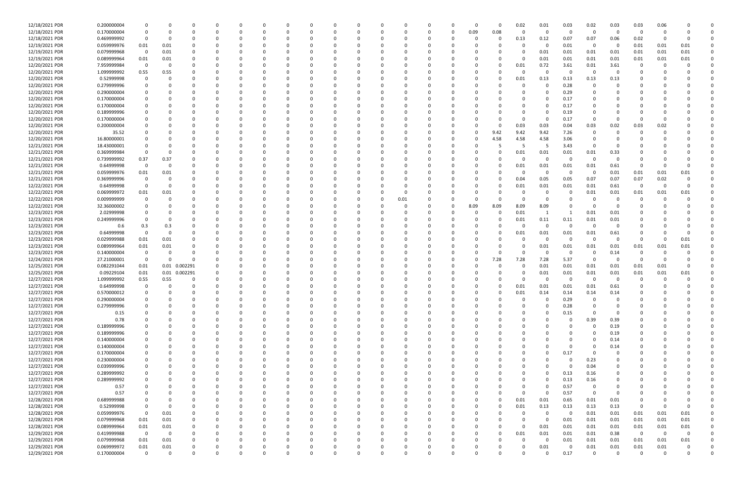| | | | | | | | | | | | | | | | | | | | | | | | | | | | |
|---|---|---|---|---|---|---|---|---|---|---|---|---|---|---|---|---|---|---|---|---|---|---|---|---|---|---|---|
| 12/18/2021 PDR | 0.200000004 | 0 | 0 | 0 | 0 | 0 | 0 | 0 | 0 | 0 | 0 | 0 | 0 | 0 | 0 | 0 | 0 | 0 | 0.02 | 0.01 | 0.03 | 0.02 | 0.03 | 0.03 | 0.06 | 0 | 0 |
| 12/18/2021 PDR | 0.170000004 | 0 | 0 | 0 | 0 | 0 | 0 | 0 | 0 | 0 | 0 | 0 | 0 | 0 | 0 | 0 | 0.09 | 0.08 | 0 | 0 | 0 | 0 | 0 | 0 | 0 | 0 | 0 |
| 12/18/2021 PDR | 0.469999992 | 0 | 0 | 0 | 0 | 0 | 0 | 0 | 0 | 0 | 0 | 0 | 0 | 0 | 0 | 0 | 0 | 0 | 0.13 | 0.12 | 0.07 | 0.07 | 0.06 | 0.02 | 0 | 0 | 0 |
| 12/19/2021 PDR | 0.059999976 | 0.01 | 0.01 | 0 | 0 | 0 | 0 | 0 | 0 | 0 | 0 | 0 | 0 | 0 | 0 | 0 | 0 | 0 | 0 | 0 | 0.01 | 0 | 0 | 0.01 | 0.01 | 0.01 | 0 |
| 12/19/2021 PDR | 0.079999968 | 0 | 0.01 | 0 | 0 | 0 | 0 | 0 | 0 | 0 | 0 | 0 | 0 | 0 | 0 | 0 | 0 | 0 | 0 | 0.01 | 0.01 | 0.01 | 0.01 | 0.01 | 0.01 | 0.01 | 0 |
| 12/19/2021 PDR | 0.089999964 | 0.01 | 0.01 | 0 | 0 | 0 | 0 | 0 | 0 | 0 | 0 | 0 | 0 | 0 | 0 | 0 | 0 | 0 | 0 | 0.01 | 0.01 | 0.01 | 0.01 | 0.01 | 0.01 | 0.01 | 0 |
| 12/20/2021 PDR | 7.959999984 | 0 | 0 | 0 | 0 | 0 | 0 | 0 | 0 | 0 | 0 | 0 | 0 | 0 | 0 | 0 | 0 | 0 | 0.01 | 0.72 | 3.61 | 0.01 | 3.61 | 0 | 0 | 0 | 0 |
| 12/20/2021 PDR | 1.099999992 | 0.55 | 0.55 | 0 | 0 | 0 | 0 | 0 | 0 | 0 | 0 | 0 | 0 | 0 | 0 | 0 | 0 | 0 | 0 | 0 | 0 | 0 | 0 | 0 | 0 | 0 | 0 |
| 12/20/2021 PDR | 0.52999998 | 0 | 0 | 0 | 0 | 0 | 0 | 0 | 0 | 0 | 0 | 0 | 0 | 0 | 0 | 0 | 0 | 0 | 0.01 | 0.13 | 0.13 | 0.13 | 0.13 | 0 | 0 | 0 | 0 |
| 12/20/2021 PDR | 0.279999996 | 0 | 0 | 0 | 0 | 0 | 0 | 0 | 0 | 0 | 0 | 0 | 0 | 0 | 0 | 0 | 0 | 0 | 0 | 0 | 0.28 | 0 | 0 | 0 | 0 | 0 | 0 |
| 12/20/2021 PDR | 0.290000004 | 0 | 0 | 0 | 0 | 0 | 0 | 0 | 0 | 0 | 0 | 0 | 0 | 0 | 0 | 0 | 0 | 0 | 0 | 0 | 0.29 | 0 | 0 | 0 | 0 | 0 | 0 |
| 12/20/2021 PDR | 0.170000004 | 0 | 0 | 0 | 0 | 0 | 0 | 0 | 0 | 0 | 0 | 0 | 0 | 0 | 0 | 0 | 0 | 0 | 0 | 0 | 0.17 | 0 | 0 | 0 | 0 | 0 | 0 |
| 12/20/2021 PDR | 0.170000004 | 0 | 0 | 0 | 0 | 0 | 0 | 0 | 0 | 0 | 0 | 0 | 0 | 0 | 0 | 0 | 0 | 0 | 0 | 0 | 0.17 | 0 | 0 | 0 | 0 | 0 | 0 |
| 12/20/2021 PDR | 0.189999996 | 0 | 0 | 0 | 0 | 0 | 0 | 0 | 0 | 0 | 0 | 0 | 0 | 0 | 0 | 0 | 0 | 0 | 0 | 0 | 0.19 | 0 | 0 | 0 | 0 | 0 | 0 |
| 12/20/2021 PDR | 0.170000004 | 0 | 0 | 0 | 0 | 0 | 0 | 0 | 0 | 0 | 0 | 0 | 0 | 0 | 0 | 0 | 0 | 0 | 0 | 0 | 0.17 | 0 | 0 | 0 | 0 | 0 | 0 |
| 12/20/2021 PDR | 0.200000004 | 0 | 0 | 0 | 0 | 0 | 0 | 0 | 0 | 0 | 0 | 0 | 0 | 0 | 0 | 0 | 0 | 0 | 0.03 | 0.03 | 0.04 | 0.03 | 0.02 | 0.03 | 0.02 | 0 | 0 |
| 12/20/2021 PDR | 35.52 | 0 | 0 | 0 | 0 | 0 | 0 | 0 | 0 | 0 | 0 | 0 | 0 | 0 | 0 | 0 | 0 | 9.42 | 9.42 | 9.42 | 7.26 | 0 | 0 | 0 | 0 | 0 | 0 |
| 12/20/2021 PDR | 16.80000001 | 0 | 0 | 0 | 0 | 0 | 0 | 0 | 0 | 0 | 0 | 0 | 0 | 0 | 0 | 0 | 0 | 4.58 | 4.58 | 4.58 | 3.06 | 0 | 0 | 0 | 0 | 0 | 0 |
| 12/21/2021 PDR | 18.43000001 | 0 | 0 | 0 | 0 | 0 | 0 | 0 | 0 | 0 | 0 | 0 | 0 | 0 | 0 | 0 | 0 | 5 | 5 | 5 | 3.43 | 0 | 0 | 0 | 0 | 0 | 0 |
| 12/21/2021 PDR | 0.369999984 | 0 | 0 | 0 | 0 | 0 | 0 | 0 | 0 | 0 | 0 | 0 | 0 | 0 | 0 | 0 | 0 | 0 | 0.01 | 0.01 | 0.01 | 0.01 | 0.33 | 0 | 0 | 0 | 0 |
| 12/21/2021 PDR | 0.739999992 | 0.37 | 0.37 | 0 | 0 | 0 | 0 | 0 | 0 | 0 | 0 | 0 | 0 | 0 | 0 | 0 | 0 | 0 | 0 | 0 | 0 | 0 | 0 | 0 | 0 | 0 | 0 |
| 12/21/2021 PDR | 0.64999998 | 0 | 0 | 0 | 0 | 0 | 0 | 0 | 0 | 0 | 0 | 0 | 0 | 0 | 0 | 0 | 0 | 0 | 0.01 | 0.01 | 0.01 | 0.01 | 0.61 | 0 | 0 | 0 | 0 |
| 12/21/2021 PDR | 0.059999976 | 0.01 | 0.01 | 0 | 0 | 0 | 0 | 0 | 0 | 0 | 0 | 0 | 0 | 0 | 0 | 0 | 0 | 0 | 0 | 0 | 0 | 0 | 0.01 | 0.01 | 0.01 | 0.01 | 0 |
| 12/21/2021 PDR | 0.369999996 | 0 | 0 | 0 | 0 | 0 | 0 | 0 | 0 | 0 | 0 | 0 | 0 | 0 | 0 | 0 | 0 | 0 | 0.04 | 0.05 | 0.05 | 0.07 | 0.07 | 0.07 | 0.02 | 0 | 0 |
| 12/22/2021 PDR | 0.64999998 | 0 | 0 | 0 | 0 | 0 | 0 | 0 | 0 | 0 | 0 | 0 | 0 | 0 | 0 | 0 | 0 | 0 | 0.01 | 0.01 | 0.01 | 0.01 | 0.61 | 0 | 0 | 0 | 0 |
| 12/22/2021 PDR | 0.069999972 | 0.01 | 0.01 | 0 | 0 | 0 | 0 | 0 | 0 | 0 | 0 | 0 | 0 | 0 | 0 | 0 | 0 | 0 | 0 | 0 | 0 | 0.01 | 0.01 | 0.01 | 0.01 | 0.01 | 0 |
| 12/22/2021 PDR | 0.009999999 | 0 | 0 | 0 | 0 | 0 | 0 | 0 | 0 | 0 | 0 | 0 | 0.01 | 0 | 0 | 0 | 0 | 0 | 0 | 0 | 0 | 0 | 0 | 0 | 0 | 0 | 0 |
| 12/22/2021 PDR | 32.36000002 | 0 | 0 | 0 | 0 | 0 | 0 | 0 | 0 | 0 | 0 | 0 | 0 | 0 | 0 | 0 | 8.09 | 8.09 | 8.09 | 8.09 | 0 | 0 | 0 | 0 | 0 | 0 | 0 |
| 12/23/2021 PDR | 2.02999998 | 0 | 0 | 0 | 0 | 0 | 0 | 0 | 0 | 0 | 0 | 0 | 0 | 0 | 0 | 0 | 0 | 0 | 0.01 | 1 | 1 | 0.01 | 0.01 | 0 | 0 | 0 | 0 |
| 12/23/2021 PDR | 0.249999996 | 0 | 0 | 0 | 0 | 0 | 0 | 0 | 0 | 0 | 0 | 0 | 0 | 0 | 0 | 0 | 0 | 0 | 0.01 | 0.11 | 0.11 | 0.01 | 0.01 | 0 | 0 | 0 | 0 |
| 12/23/2021 PDR | 0.6 | 0.3 | 0.3 | 0 | 0 | 0 | 0 | 0 | 0 | 0 | 0 | 0 | 0 | 0 | 0 | 0 | 0 | 0 | 0 | 0 | 0 | 0 | 0 | 0 | 0 | 0 | 0 |
| 12/23/2021 PDR | 0.64999998 | 0 | 0 | 0 | 0 | 0 | 0 | 0 | 0 | 0 | 0 | 0 | 0 | 0 | 0 | 0 | 0 | 0 | 0.01 | 0.01 | 0.01 | 0.01 | 0.61 | 0 | 0 | 0 | 0 |
| 12/23/2021 PDR | 0.029999988 | 0.01 | 0.01 | 0 | 0 | 0 | 0 | 0 | 0 | 0 | 0 | 0 | 0 | 0 | 0 | 0 | 0 | 0 | 0 | 0 | 0 | 0 | 0 | 0 | 0 | 0.01 | 0 |
| 12/23/2021 PDR | 0.089999964 | 0.01 | 0.01 | 0 | 0 | 0 | 0 | 0 | 0 | 0 | 0 | 0 | 0 | 0 | 0 | 0 | 0 | 0 | 0 | 0.01 | 0.01 | 0.01 | 0.01 | 0.01 | 0.01 | 0.01 | 0 |
| 12/23/2021 PDR | 0.140000004 | 0 | 0 | 0 | 0 | 0 | 0 | 0 | 0 | 0 | 0 | 0 | 0 | 0 | 0 | 0 | 0 | 0 | 0 | 0 | 0 | 0 | 0.14 | 0 | 0 | 0 | 0 |
| 12/24/2021 PDR | 27.21000001 | 0 | 0 | 0 | 0 | 0 | 0 | 0 | 0 | 0 | 0 | 0 | 0 | 0 | 0 | 0 | 0 | 7.28 | 7.28 | 7.28 | 5.37 | 0 | 0 | 0 | 0 | 0 | 0 |
| 12/25/2021 PDR | 0.082291044 | 0.01 | 0.01 | 0.002291 | 0 | 0 | 0 | 0 | 0 | 0 | 0 | 0 | 0 | 0 | 0 | 0 | 0 | 0 | 0 | 0.01 | 0.01 | 0.01 | 0.01 | 0.01 | 0.01 | 0 | 0 |
| 12/25/2021 PDR | 0.09229104 | 0.01 | 0.01 | 0.002291 | 0 | 0 | 0 | 0 | 0 | 0 | 0 | 0 | 0 | 0 | 0 | 0 | 0 | 0 | 0 | 0.01 | 0.01 | 0.01 | 0.01 | 0.01 | 0.01 | 0.01 | 0 |
| 12/27/2021 PDR | 1.099999992 | 0.55 | 0.55 | 0 | 0 | 0 | 0 | 0 | 0 | 0 | 0 | 0 | 0 | 0 | 0 | 0 | 0 | 0 | 0 | 0 | 0 | 0 | 0 | 0 | 0 | 0 | 0 |
| 12/27/2021 PDR | 0.64999998 | 0 | 0 | 0 | 0 | 0 | 0 | 0 | 0 | 0 | 0 | 0 | 0 | 0 | 0 | 0 | 0 | 0 | 0.01 | 0.01 | 0.01 | 0.01 | 0.61 | 0 | 0 | 0 | 0 |
| 12/27/2021 PDR | 0.570000012 | 0 | 0 | 0 | 0 | 0 | 0 | 0 | 0 | 0 | 0 | 0 | 0 | 0 | 0 | 0 | 0 | 0 | 0.01 | 0.14 | 0.14 | 0.14 | 0.14 | 0 | 0 | 0 | 0 |
| 12/27/2021 PDR | 0.290000004 | 0 | 0 | 0 | 0 | 0 | 0 | 0 | 0 | 0 | 0 | 0 | 0 | 0 | 0 | 0 | 0 | 0 | 0 | 0 | 0.29 | 0 | 0 | 0 | 0 | 0 | 0 |
| 12/27/2021 PDR | 0.279999996 | 0 | 0 | 0 | 0 | 0 | 0 | 0 | 0 | 0 | 0 | 0 | 0 | 0 | 0 | 0 | 0 | 0 | 0 | 0 | 0.28 | 0 | 0 | 0 | 0 | 0 | 0 |
| 12/27/2021 PDR | 0.15 | 0 | 0 | 0 | 0 | 0 | 0 | 0 | 0 | 0 | 0 | 0 | 0 | 0 | 0 | 0 | 0 | 0 | 0 | 0 | 0.15 | 0 | 0 | 0 | 0 | 0 | 0 |
| 12/27/2021 PDR | 0.78 | 0 | 0 | 0 | 0 | 0 | 0 | 0 | 0 | 0 | 0 | 0 | 0 | 0 | 0 | 0 | 0 | 0 | 0 | 0 | 0 | 0.39 | 0.39 | 0 | 0 | 0 | 0 |
| 12/27/2021 PDR | 0.189999996 | 0 | 0 | 0 | 0 | 0 | 0 | 0 | 0 | 0 | 0 | 0 | 0 | 0 | 0 | 0 | 0 | 0 | 0 | 0 | 0 | 0 | 0.19 | 0 | 0 | 0 | 0 |
| 12/27/2021 PDR | 0.189999996 | 0 | 0 | 0 | 0 | 0 | 0 | 0 | 0 | 0 | 0 | 0 | 0 | 0 | 0 | 0 | 0 | 0 | 0 | 0 | 0 | 0 | 0.19 | 0 | 0 | 0 | 0 |
| 12/27/2021 PDR | 0.140000004 | 0 | 0 | 0 | 0 | 0 | 0 | 0 | 0 | 0 | 0 | 0 | 0 | 0 | 0 | 0 | 0 | 0 | 0 | 0 | 0 | 0 | 0.14 | 0 | 0 | 0 | 0 |
| 12/27/2021 PDR | 0.140000004 | 0 | 0 | 0 | 0 | 0 | 0 | 0 | 0 | 0 | 0 | 0 | 0 | 0 | 0 | 0 | 0 | 0 | 0 | 0 | 0 | 0 | 0.14 | 0 | 0 | 0 | 0 |
| 12/27/2021 PDR | 0.170000004 | 0 | 0 | 0 | 0 | 0 | 0 | 0 | 0 | 0 | 0 | 0 | 0 | 0 | 0 | 0 | 0 | 0 | 0 | 0 | 0.17 | 0 | 0 | 0 | 0 | 0 | 0 |
| 12/27/2021 PDR | 0.230000004 | 0 | 0 | 0 | 0 | 0 | 0 | 0 | 0 | 0 | 0 | 0 | 0 | 0 | 0 | 0 | 0 | 0 | 0 | 0 | 0 | 0.23 | 0 | 0 | 0 | 0 | 0 |
| 12/27/2021 PDR | 0.039999996 | 0 | 0 | 0 | 0 | 0 | 0 | 0 | 0 | 0 | 0 | 0 | 0 | 0 | 0 | 0 | 0 | 0 | 0 | 0 | 0 | 0.04 | 0 | 0 | 0 | 0 | 0 |
| 12/27/2021 PDR | 0.289999992 | 0 | 0 | 0 | 0 | 0 | 0 | 0 | 0 | 0 | 0 | 0 | 0 | 0 | 0 | 0 | 0 | 0 | 0 | 0 | 0.13 | 0.16 | 0 | 0 | 0 | 0 | 0 |
| 12/27/2021 PDR | 0.289999992 | 0 | 0 | 0 | 0 | 0 | 0 | 0 | 0 | 0 | 0 | 0 | 0 | 0 | 0 | 0 | 0 | 0 | 0 | 0 | 0.13 | 0.16 | 0 | 0 | 0 | 0 | 0 |
| 12/27/2021 PDR | 0.57 | 0 | 0 | 0 | 0 | 0 | 0 | 0 | 0 | 0 | 0 | 0 | 0 | 0 | 0 | 0 | 0 | 0 | 0 | 0 | 0.57 | 0 | 0 | 0 | 0 | 0 | 0 |
| 12/27/2021 PDR | 0.57 | 0 | 0 | 0 | 0 | 0 | 0 | 0 | 0 | 0 | 0 | 0 | 0 | 0 | 0 | 0 | 0 | 0 | 0 | 0 | 0.57 | 0 | 0 | 0 | 0 | 0 | 0 |
| 12/28/2021 PDR | 0.689999988 | 0 | 0 | 0 | 0 | 0 | 0 | 0 | 0 | 0 | 0 | 0 | 0 | 0 | 0 | 0 | 0 | 0 | 0.01 | 0.01 | 0.65 | 0.01 | 0.01 | 0 | 0 | 0 | 0 |
| 12/28/2021 PDR | 0.52999998 | 0 | 0 | 0 | 0 | 0 | 0 | 0 | 0 | 0 | 0 | 0 | 0 | 0 | 0 | 0 | 0 | 0 | 0.01 | 0.13 | 0.13 | 0.13 | 0.13 | 0 | 0 | 0 | 0 |
| 12/28/2021 PDR | 0.059999976 | 0 | 0.01 | 0 | 0 | 0 | 0 | 0 | 0 | 0 | 0 | 0 | 0 | 0 | 0 | 0 | 0 | 0 | 0 | 0 | 0 | 0.01 | 0.01 | 0.01 | 0.01 | 0.01 | 0 |
| 12/28/2021 PDR | 0.079999968 | 0.01 | 0.01 | 0 | 0 | 0 | 0 | 0 | 0 | 0 | 0 | 0 | 0 | 0 | 0 | 0 | 0 | 0 | 0 | 0 | 0.01 | 0.01 | 0.01 | 0.01 | 0.01 | 0.01 | 0 |
| 12/28/2021 PDR | 0.089999964 | 0.01 | 0.01 | 0 | 0 | 0 | 0 | 0 | 0 | 0 | 0 | 0 | 0 | 0 | 0 | 0 | 0 | 0 | 0 | 0.01 | 0.01 | 0.01 | 0.01 | 0.01 | 0.01 | 0.01 | 0 |
| 12/29/2021 PDR | 0.419999988 | 0 | 0 | 0 | 0 | 0 | 0 | 0 | 0 | 0 | 0 | 0 | 0 | 0 | 0 | 0 | 0 | 0 | 0.01 | 0.01 | 0.01 | 0.01 | 0.38 | 0 | 0 | 0 | 0 |
| 12/29/2021 PDR | 0.079999968 | 0.01 | 0.01 | 0 | 0 | 0 | 0 | 0 | 0 | 0 | 0 | 0 | 0 | 0 | 0 | 0 | 0 | 0 | 0 | 0 | 0.01 | 0.01 | 0.01 | 0.01 | 0.01 | 0.01 | 0 |
| 12/29/2021 PDR | 0.069999972 | 0.01 | 0.01 | 0 | 0 | 0 | 0 | 0 | 0 | 0 | 0 | 0 | 0 | 0 | 0 | 0 | 0 | 0 | 0 | 0.01 | 0 | 0.01 | 0.01 | 0.01 | 0.01 | 0 | 0 |
| 12/29/2021 PDR | 0.170000004 | 0 | 0 | 0 | 0 | 0 | 0 | 0 | 0 | 0 | 0 | 0 | 0 | 0 | 0 | 0 | 0 | 0 | 0 | 0 | 0.17 | 0 | 0 | 0 | 0 | 0 | 0 |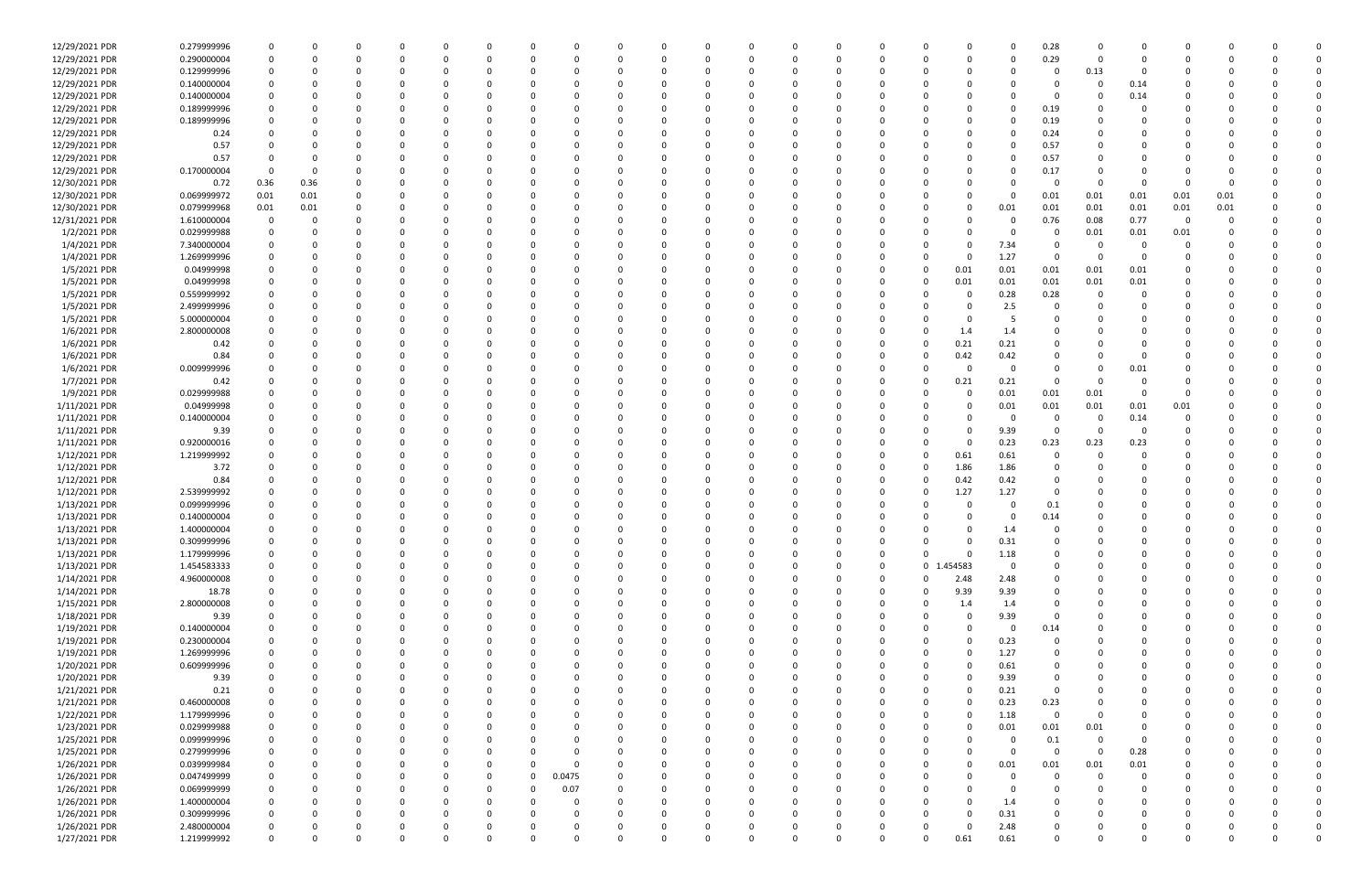| | | | | | | | | | | | | | | | | | | | | | | | | | | |
|---|---|---|---|---|---|---|---|---|---|---|---|---|---|---|---|---|---|---|---|---|---|---|---|---|---|---|
| 12/29/2021 PDR | 0.279999996 | 0 | 0 | 0 | 0 | 0 | 0 | 0 | 0 | 0 | 0 | 0 | 0 | 0 | 0 | 0 | 0 | 0 | 0 | 0.28 | 0 | 0 | 0 | 0 | 0 | 0 |
| 12/29/2021 PDR | 0.290000004 | 0 | 0 | 0 | 0 | 0 | 0 | 0 | 0 | 0 | 0 | 0 | 0 | 0 | 0 | 0 | 0 | 0 | 0 | 0.29 | 0 | 0 | 0 | 0 | 0 | 0 |
| 12/29/2021 PDR | 0.129999996 | 0 | 0 | 0 | 0 | 0 | 0 | 0 | 0 | 0 | 0 | 0 | 0 | 0 | 0 | 0 | 0 | 0 | 0 | 0 | 0.13 | 0 | 0 | 0 | 0 | 0 |
| 12/29/2021 PDR | 0.140000004 | 0 | 0 | 0 | 0 | 0 | 0 | 0 | 0 | 0 | 0 | 0 | 0 | 0 | 0 | 0 | 0 | 0 | 0 | 0 | 0 | 0.14 | 0 | 0 | 0 | 0 |
| 12/29/2021 PDR | 0.140000004 | 0 | 0 | 0 | 0 | 0 | 0 | 0 | 0 | 0 | 0 | 0 | 0 | 0 | 0 | 0 | 0 | 0 | 0 | 0 | 0 | 0.14 | 0 | 0 | 0 | 0 |
| 12/29/2021 PDR | 0.189999996 | 0 | 0 | 0 | 0 | 0 | 0 | 0 | 0 | 0 | 0 | 0 | 0 | 0 | 0 | 0 | 0 | 0 | 0 | 0.19 | 0 | 0 | 0 | 0 | 0 | 0 |
| 12/29/2021 PDR | 0.189999996 | 0 | 0 | 0 | 0 | 0 | 0 | 0 | 0 | 0 | 0 | 0 | 0 | 0 | 0 | 0 | 0 | 0 | 0 | 0.19 | 0 | 0 | 0 | 0 | 0 | 0 |
| 12/29/2021 PDR | 0.24 | 0 | 0 | 0 | 0 | 0 | 0 | 0 | 0 | 0 | 0 | 0 | 0 | 0 | 0 | 0 | 0 | 0 | 0 | 0.24 | 0 | 0 | 0 | 0 | 0 | 0 |
| 12/29/2021 PDR | 0.57 | 0 | 0 | 0 | 0 | 0 | 0 | 0 | 0 | 0 | 0 | 0 | 0 | 0 | 0 | 0 | 0 | 0 | 0 | 0.57 | 0 | 0 | 0 | 0 | 0 | 0 |
| 12/29/2021 PDR | 0.57 | 0 | 0 | 0 | 0 | 0 | 0 | 0 | 0 | 0 | 0 | 0 | 0 | 0 | 0 | 0 | 0 | 0 | 0 | 0.57 | 0 | 0 | 0 | 0 | 0 | 0 |
| 12/29/2021 PDR | 0.170000004 | 0 | 0 | 0 | 0 | 0 | 0 | 0 | 0 | 0 | 0 | 0 | 0 | 0 | 0 | 0 | 0 | 0 | 0 | 0.17 | 0 | 0 | 0 | 0 | 0 | 0 |
| 12/30/2021 PDR | 0.72 | 0.36 | 0.36 | 0 | 0 | 0 | 0 | 0 | 0 | 0 | 0 | 0 | 0 | 0 | 0 | 0 | 0 | 0 | 0 | 0 | 0 | 0 | 0 | 0 | 0 | 0 |
| 12/30/2021 PDR | 0.069999972 | 0.01 | 0.01 | 0 | 0 | 0 | 0 | 0 | 0 | 0 | 0 | 0 | 0 | 0 | 0 | 0 | 0 | 0 | 0 | 0.01 | 0.01 | 0.01 | 0.01 | 0.01 | 0 | 0 |
| 12/30/2021 PDR | 0.079999968 | 0.01 | 0.01 | 0 | 0 | 0 | 0 | 0 | 0 | 0 | 0 | 0 | 0 | 0 | 0 | 0 | 0 | 0 | 0.01 | 0.01 | 0.01 | 0.01 | 0.01 | 0.01 | 0 | 0 |
| 12/31/2021 PDR | 1.610000004 | 0 | 0 | 0 | 0 | 0 | 0 | 0 | 0 | 0 | 0 | 0 | 0 | 0 | 0 | 0 | 0 | 0 | 0 | 0.76 | 0.08 | 0.77 | 0 | 0 | 0 | 0 |
| 1/2/2021 PDR | 0.029999988 | 0 | 0 | 0 | 0 | 0 | 0 | 0 | 0 | 0 | 0 | 0 | 0 | 0 | 0 | 0 | 0 | 0 | 0 | 0 | 0.01 | 0.01 | 0.01 | 0 | 0 | 0 |
| 1/4/2021 PDR | 7.340000004 | 0 | 0 | 0 | 0 | 0 | 0 | 0 | 0 | 0 | 0 | 0 | 0 | 0 | 0 | 0 | 0 | 0 | 7.34 | 0 | 0 | 0 | 0 | 0 | 0 | 0 |
| 1/4/2021 PDR | 1.269999996 | 0 | 0 | 0 | 0 | 0 | 0 | 0 | 0 | 0 | 0 | 0 | 0 | 0 | 0 | 0 | 0 | 0 | 1.27 | 0 | 0 | 0 | 0 | 0 | 0 | 0 |
| 1/5/2021 PDR | 0.04999998 | 0 | 0 | 0 | 0 | 0 | 0 | 0 | 0 | 0 | 0 | 0 | 0 | 0 | 0 | 0 | 0 | 0.01 | 0.01 | 0.01 | 0.01 | 0.01 | 0 | 0 | 0 | 0 |
| 1/5/2021 PDR | 0.04999998 | 0 | 0 | 0 | 0 | 0 | 0 | 0 | 0 | 0 | 0 | 0 | 0 | 0 | 0 | 0 | 0 | 0.01 | 0.01 | 0.01 | 0.01 | 0.01 | 0 | 0 | 0 | 0 |
| 1/5/2021 PDR | 0.559999992 | 0 | 0 | 0 | 0 | 0 | 0 | 0 | 0 | 0 | 0 | 0 | 0 | 0 | 0 | 0 | 0 | 0 | 0.28 | 0.28 | 0 | 0 | 0 | 0 | 0 | 0 |
| 1/5/2021 PDR | 2.49999996 | 0 | 0 | 0 | 0 | 0 | 0 | 0 | 0 | 0 | 0 | 0 | 0 | 0 | 0 | 0 | 0 | 0 | 2.5 | 0 | 0 | 0 | 0 | 0 | 0 | 0 |
| 1/5/2021 PDR | 5.000000004 | 0 | 0 | 0 | 0 | 0 | 0 | 0 | 0 | 0 | 0 | 0 | 0 | 0 | 0 | 0 | 0 | 0 | 5 | 0 | 0 | 0 | 0 | 0 | 0 | 0 |
| 1/6/2021 PDR | 2.800000008 | 0 | 0 | 0 | 0 | 0 | 0 | 0 | 0 | 0 | 0 | 0 | 0 | 0 | 0 | 0 | 0 | 1.4 | 1.4 | 0 | 0 | 0 | 0 | 0 | 0 | 0 |
| 1/6/2021 PDR | 0.42 | 0 | 0 | 0 | 0 | 0 | 0 | 0 | 0 | 0 | 0 | 0 | 0 | 0 | 0 | 0 | 0 | 0.21 | 0.21 | 0 | 0 | 0 | 0 | 0 | 0 | 0 |
| 1/6/2021 PDR | 0.84 | 0 | 0 | 0 | 0 | 0 | 0 | 0 | 0 | 0 | 0 | 0 | 0 | 0 | 0 | 0 | 0 | 0.42 | 0.42 | 0 | 0 | 0 | 0 | 0 | 0 | 0 |
| 1/6/2021 PDR | 0.009999996 | 0 | 0 | 0 | 0 | 0 | 0 | 0 | 0 | 0 | 0 | 0 | 0 | 0 | 0 | 0 | 0 | 0 | 0 | 0 | 0 | 0.01 | 0 | 0 | 0 | 0 |
| 1/7/2021 PDR | 0.42 | 0 | 0 | 0 | 0 | 0 | 0 | 0 | 0 | 0 | 0 | 0 | 0 | 0 | 0 | 0 | 0 | 0.21 | 0.21 | 0 | 0 | 0 | 0 | 0 | 0 | 0 |
| 1/9/2021 PDR | 0.029999988 | 0 | 0 | 0 | 0 | 0 | 0 | 0 | 0 | 0 | 0 | 0 | 0 | 0 | 0 | 0 | 0 | 0 | 0.01 | 0.01 | 0.01 | 0 | 0 | 0 | 0 | 0 |
| 1/11/2021 PDR | 0.04999998 | 0 | 0 | 0 | 0 | 0 | 0 | 0 | 0 | 0 | 0 | 0 | 0 | 0 | 0 | 0 | 0 | 0 | 0.01 | 0.01 | 0.01 | 0.01 | 0.01 | 0 | 0 | 0 |
| 1/11/2021 PDR | 0.140000004 | 0 | 0 | 0 | 0 | 0 | 0 | 0 | 0 | 0 | 0 | 0 | 0 | 0 | 0 | 0 | 0 | 0 | 0 | 0 | 0 | 0.14 | 0 | 0 | 0 | 0 |
| 1/11/2021 PDR | 9.39 | 0 | 0 | 0 | 0 | 0 | 0 | 0 | 0 | 0 | 0 | 0 | 0 | 0 | 0 | 0 | 0 | 0 | 9.39 | 0 | 0 | 0 | 0 | 0 | 0 | 0 |
| 1/11/2021 PDR | 0.920000016 | 0 | 0 | 0 | 0 | 0 | 0 | 0 | 0 | 0 | 0 | 0 | 0 | 0 | 0 | 0 | 0 | 0 | 0.23 | 0.23 | 0.23 | 0.23 | 0 | 0 | 0 | 0 |
| 1/12/2021 PDR | 1.219999992 | 0 | 0 | 0 | 0 | 0 | 0 | 0 | 0 | 0 | 0 | 0 | 0 | 0 | 0 | 0 | 0 | 0.61 | 0.61 | 0 | 0 | 0 | 0 | 0 | 0 | 0 |
| 1/12/2021 PDR | 3.72 | 0 | 0 | 0 | 0 | 0 | 0 | 0 | 0 | 0 | 0 | 0 | 0 | 0 | 0 | 0 | 0 | 1.86 | 1.86 | 0 | 0 | 0 | 0 | 0 | 0 | 0 |
| 1/12/2021 PDR | 0.84 | 0 | 0 | 0 | 0 | 0 | 0 | 0 | 0 | 0 | 0 | 0 | 0 | 0 | 0 | 0 | 0 | 0.42 | 0.42 | 0 | 0 | 0 | 0 | 0 | 0 | 0 |
| 1/12/2021 PDR | 2.539999992 | 0 | 0 | 0 | 0 | 0 | 0 | 0 | 0 | 0 | 0 | 0 | 0 | 0 | 0 | 0 | 0 | 1.27 | 1.27 | 0 | 0 | 0 | 0 | 0 | 0 | 0 |
| 1/13/2021 PDR | 0.099999996 | 0 | 0 | 0 | 0 | 0 | 0 | 0 | 0 | 0 | 0 | 0 | 0 | 0 | 0 | 0 | 0 | 0 | 0 | 0.1 | 0 | 0 | 0 | 0 | 0 | 0 |
| 1/13/2021 PDR | 0.140000004 | 0 | 0 | 0 | 0 | 0 | 0 | 0 | 0 | 0 | 0 | 0 | 0 | 0 | 0 | 0 | 0 | 0 | 0 | 0.14 | 0 | 0 | 0 | 0 | 0 | 0 |
| 1/13/2021 PDR | 1.400000004 | 0 | 0 | 0 | 0 | 0 | 0 | 0 | 0 | 0 | 0 | 0 | 0 | 0 | 0 | 0 | 0 | 0 | 1.4 | 0 | 0 | 0 | 0 | 0 | 0 | 0 |
| 1/13/2021 PDR | 0.309999996 | 0 | 0 | 0 | 0 | 0 | 0 | 0 | 0 | 0 | 0 | 0 | 0 | 0 | 0 | 0 | 0 | 0 | 0.31 | 0 | 0 | 0 | 0 | 0 | 0 | 0 |
| 1/13/2021 PDR | 1.179999996 | 0 | 0 | 0 | 0 | 0 | 0 | 0 | 0 | 0 | 0 | 0 | 0 | 0 | 0 | 0 | 0 | 0 | 1.18 | 0 | 0 | 0 | 0 | 0 | 0 | 0 |
| 1/13/2021 PDR | 1.454583333 | 0 | 0 | 0 | 0 | 0 | 0 | 0 | 0 | 0 | 0 | 0 | 0 | 0 | 0 | 0 | 0 | 1.454583 | 0 | 0 | 0 | 0 | 0 | 0 | 0 | 0 |
| 1/14/2021 PDR | 4.960000008 | 0 | 0 | 0 | 0 | 0 | 0 | 0 | 0 | 0 | 0 | 0 | 0 | 0 | 0 | 0 | 0 | 2.48 | 2.48 | 0 | 0 | 0 | 0 | 0 | 0 | 0 |
| 1/14/2021 PDR | 18.78 | 0 | 0 | 0 | 0 | 0 | 0 | 0 | 0 | 0 | 0 | 0 | 0 | 0 | 0 | 0 | 0 | 9.39 | 9.39 | 0 | 0 | 0 | 0 | 0 | 0 | 0 |
| 1/15/2021 PDR | 2.800000008 | 0 | 0 | 0 | 0 | 0 | 0 | 0 | 0 | 0 | 0 | 0 | 0 | 0 | 0 | 0 | 0 | 1.4 | 1.4 | 0 | 0 | 0 | 0 | 0 | 0 | 0 |
| 1/18/2021 PDR | 9.39 | 0 | 0 | 0 | 0 | 0 | 0 | 0 | 0 | 0 | 0 | 0 | 0 | 0 | 0 | 0 | 0 | 0 | 9.39 | 0 | 0 | 0 | 0 | 0 | 0 | 0 |
| 1/19/2021 PDR | 0.140000004 | 0 | 0 | 0 | 0 | 0 | 0 | 0 | 0 | 0 | 0 | 0 | 0 | 0 | 0 | 0 | 0 | 0 | 0 | 0.14 | 0 | 0 | 0 | 0 | 0 | 0 |
| 1/19/2021 PDR | 0.230000004 | 0 | 0 | 0 | 0 | 0 | 0 | 0 | 0 | 0 | 0 | 0 | 0 | 0 | 0 | 0 | 0 | 0 | 0.23 | 0 | 0 | 0 | 0 | 0 | 0 | 0 |
| 1/19/2021 PDR | 1.269999996 | 0 | 0 | 0 | 0 | 0 | 0 | 0 | 0 | 0 | 0 | 0 | 0 | 0 | 0 | 0 | 0 | 0 | 1.27 | 0 | 0 | 0 | 0 | 0 | 0 | 0 |
| 1/20/2021 PDR | 0.609999996 | 0 | 0 | 0 | 0 | 0 | 0 | 0 | 0 | 0 | 0 | 0 | 0 | 0 | 0 | 0 | 0 | 0 | 0.61 | 0 | 0 | 0 | 0 | 0 | 0 | 0 |
| 1/20/2021 PDR | 9.39 | 0 | 0 | 0 | 0 | 0 | 0 | 0 | 0 | 0 | 0 | 0 | 0 | 0 | 0 | 0 | 0 | 0 | 9.39 | 0 | 0 | 0 | 0 | 0 | 0 | 0 |
| 1/21/2021 PDR | 0.21 | 0 | 0 | 0 | 0 | 0 | 0 | 0 | 0 | 0 | 0 | 0 | 0 | 0 | 0 | 0 | 0 | 0 | 0.21 | 0 | 0 | 0 | 0 | 0 | 0 | 0 |
| 1/21/2021 PDR | 0.460000008 | 0 | 0 | 0 | 0 | 0 | 0 | 0 | 0 | 0 | 0 | 0 | 0 | 0 | 0 | 0 | 0 | 0 | 0.23 | 0.23 | 0 | 0 | 0 | 0 | 0 | 0 |
| 1/22/2021 PDR | 1.179999996 | 0 | 0 | 0 | 0 | 0 | 0 | 0 | 0 | 0 | 0 | 0 | 0 | 0 | 0 | 0 | 0 | 0 | 1.18 | 0 | 0 | 0 | 0 | 0 | 0 | 0 |
| 1/23/2021 PDR | 0.029999988 | 0 | 0 | 0 | 0 | 0 | 0 | 0 | 0 | 0 | 0 | 0 | 0 | 0 | 0 | 0 | 0 | 0 | 0.01 | 0.01 | 0.01 | 0 | 0 | 0 | 0 | 0 |
| 1/25/2021 PDR | 0.099999996 | 0 | 0 | 0 | 0 | 0 | 0 | 0 | 0 | 0 | 0 | 0 | 0 | 0 | 0 | 0 | 0 | 0 | 0 | 0.1 | 0 | 0 | 0 | 0 | 0 | 0 |
| 1/25/2021 PDR | 0.279999996 | 0 | 0 | 0 | 0 | 0 | 0 | 0 | 0 | 0 | 0 | 0 | 0 | 0 | 0 | 0 | 0 | 0 | 0 | 0 | 0 | 0.28 | 0 | 0 | 0 | 0 |
| 1/26/2021 PDR | 0.039999984 | 0 | 0 | 0 | 0 | 0 | 0 | 0 | 0 | 0 | 0 | 0 | 0 | 0 | 0 | 0 | 0 | 0 | 0.01 | 0.01 | 0.01 | 0.01 | 0 | 0 | 0 | 0 |
| 1/26/2021 PDR | 0.047499999 | 0 | 0 | 0 | 0 | 0 | 0 | 0 | 0.0475 | 0 | 0 | 0 | 0 | 0 | 0 | 0 | 0 | 0 | 0 | 0 | 0 | 0 | 0 | 0 | 0 | 0 |
| 1/26/2021 PDR | 0.069999999 | 0 | 0 | 0 | 0 | 0 | 0 | 0 | 0.07 | 0 | 0 | 0 | 0 | 0 | 0 | 0 | 0 | 0 | 0 | 0 | 0 | 0 | 0 | 0 | 0 | 0 |
| 1/26/2021 PDR | 1.400000004 | 0 | 0 | 0 | 0 | 0 | 0 | 0 | 0 | 0 | 0 | 0 | 0 | 0 | 0 | 0 | 0 | 0 | 1.4 | 0 | 0 | 0 | 0 | 0 | 0 | 0 |
| 1/26/2021 PDR | 0.309999996 | 0 | 0 | 0 | 0 | 0 | 0 | 0 | 0 | 0 | 0 | 0 | 0 | 0 | 0 | 0 | 0 | 0 | 0.31 | 0 | 0 | 0 | 0 | 0 | 0 | 0 |
| 1/26/2021 PDR | 2.480000004 | 0 | 0 | 0 | 0 | 0 | 0 | 0 | 0 | 0 | 0 | 0 | 0 | 0 | 0 | 0 | 0 | 0 | 2.48 | 0 | 0 | 0 | 0 | 0 | 0 | 0 |
| 1/27/2021 PDR | 1.219999992 | 0 | 0 | 0 | 0 | 0 | 0 | 0 | 0 | 0 | 0 | 0 | 0 | 0 | 0 | 0 | 0 | 0.61 | 0.61 | 0 | 0 | 0 | 0 | 0 | 0 | 0 |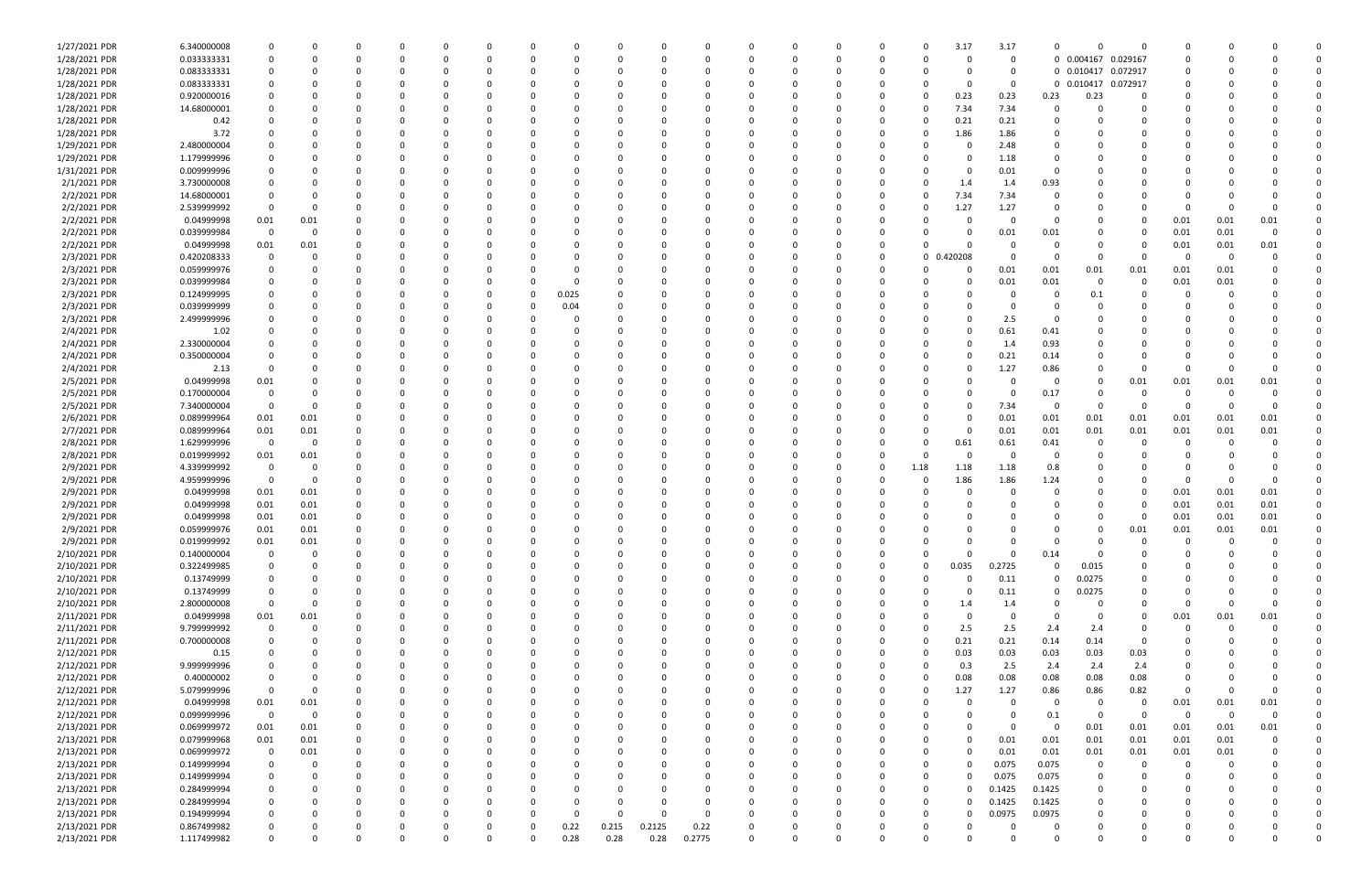| 1/27/2021 PDR | 6.340000008 | 0 | 0 | 0 | 0 | 0 | 0 | 0 | 0 | 0 | 0 | 0 | 0 | 0 | 0 | 0 | 0 | 3.17 | 3.17 | 0 | 0 | 0 | 0 | 0 | 0 | 0 |
|---|---|---|---|---|---|---|---|---|---|---|---|---|---|---|---|---|---|---|---|---|---|---|---|---|---|---|
| 1/28/2021 PDR | 0.033333331 | 0 | 0 | 0 | 0 | 0 | 0 | 0 | 0 | 0 | 0 | 0 | 0 | 0 | 0 | 0 | 0 | 0 | 0 | 0 | 0.004167 | 0.029167 | 0 | 0 | 0 | 0 |
| 1/28/2021 PDR | 0.083333331 | 0 | 0 | 0 | 0 | 0 | 0 | 0 | 0 | 0 | 0 | 0 | 0 | 0 | 0 | 0 | 0 | 0 | 0 | 0 | 0.010417 | 0.072917 | 0 | 0 | 0 | 0 |
| 1/28/2021 PDR | 0.083333331 | 0 | 0 | 0 | 0 | 0 | 0 | 0 | 0 | 0 | 0 | 0 | 0 | 0 | 0 | 0 | 0 | 0 | 0 | 0 | 0.010417 | 0.072917 | 0 | 0 | 0 | 0 |
| 1/28/2021 PDR | 0.920000016 | 0 | 0 | 0 | 0 | 0 | 0 | 0 | 0 | 0 | 0 | 0 | 0 | 0 | 0 | 0 | 0 | 0.23 | 0.23 | 0.23 | 0.23 | 0 | 0 | 0 | 0 | 0 |
| 1/28/2021 PDR | 14.68000001 | 0 | 0 | 0 | 0 | 0 | 0 | 0 | 0 | 0 | 0 | 0 | 0 | 0 | 0 | 0 | 0 | 7.34 | 7.34 | 0 | 0 | 0 | 0 | 0 | 0 | 0 |
| 1/28/2021 PDR | 0.42 | 0 | 0 | 0 | 0 | 0 | 0 | 0 | 0 | 0 | 0 | 0 | 0 | 0 | 0 | 0 | 0 | 0.21 | 0.21 | 0 | 0 | 0 | 0 | 0 | 0 | 0 |
| 1/28/2021 PDR | 3.72 | 0 | 0 | 0 | 0 | 0 | 0 | 0 | 0 | 0 | 0 | 0 | 0 | 0 | 0 | 0 | 0 | 1.86 | 1.86 | 0 | 0 | 0 | 0 | 0 | 0 | 0 |
| 1/29/2021 PDR | 2.480000004 | 0 | 0 | 0 | 0 | 0 | 0 | 0 | 0 | 0 | 0 | 0 | 0 | 0 | 0 | 0 | 0 | 0 | 2.48 | 0 | 0 | 0 | 0 | 0 | 0 | 0 |
| 1/29/2021 PDR | 1.179999996 | 0 | 0 | 0 | 0 | 0 | 0 | 0 | 0 | 0 | 0 | 0 | 0 | 0 | 0 | 0 | 0 | 0 | 1.18 | 0 | 0 | 0 | 0 | 0 | 0 | 0 |
| 1/31/2021 PDR | 0.009999996 | 0 | 0 | 0 | 0 | 0 | 0 | 0 | 0 | 0 | 0 | 0 | 0 | 0 | 0 | 0 | 0 | 0 | 0.01 | 0 | 0 | 0 | 0 | 0 | 0 | 0 |
| 2/1/2021 PDR | 3.730000008 | 0 | 0 | 0 | 0 | 0 | 0 | 0 | 0 | 0 | 0 | 0 | 0 | 0 | 0 | 0 | 0 | 1.4 | 1.4 | 0.93 | 0 | 0 | 0 | 0 | 0 | 0 |
| 2/2/2021 PDR | 14.68000001 | 0 | 0 | 0 | 0 | 0 | 0 | 0 | 0 | 0 | 0 | 0 | 0 | 0 | 0 | 0 | 0 | 7.34 | 7.34 | 0 | 0 | 0 | 0 | 0 | 0 | 0 |
| 2/2/2021 PDR | 2.539999992 | 0 | 0 | 0 | 0 | 0 | 0 | 0 | 0 | 0 | 0 | 0 | 0 | 0 | 0 | 0 | 0 | 1.27 | 1.27 | 0 | 0 | 0 | 0 | 0 | 0 | 0 |
| 2/2/2021 PDR | 0.04999998 | 0.01 | 0.01 | 0 | 0 | 0 | 0 | 0 | 0 | 0 | 0 | 0 | 0 | 0 | 0 | 0 | 0 | 0 | 0 | 0 | 0 | 0 | 0.01 | 0.01 | 0.01 | 0 |
| 2/2/2021 PDR | 0.039999984 | 0 | 0 | 0 | 0 | 0 | 0 | 0 | 0 | 0 | 0 | 0 | 0 | 0 | 0 | 0 | 0 | 0 | 0.01 | 0.01 | 0 | 0 | 0.01 | 0.01 | 0 | 0 |
| 2/2/2021 PDR | 0.04999998 | 0.01 | 0.01 | 0 | 0 | 0 | 0 | 0 | 0 | 0 | 0 | 0 | 0 | 0 | 0 | 0 | 0 | 0 | 0 | 0 | 0 | 0 | 0.01 | 0.01 | 0.01 | 0 |
| 2/3/2021 PDR | 0.420208333 | 0 | 0 | 0 | 0 | 0 | 0 | 0 | 0 | 0 | 0 | 0 | 0 | 0 | 0 | 0 | 0 | 0.420208 | 0 | 0 | 0 | 0 | 0 | 0 | 0 | 0 |
| 2/3/2021 PDR | 0.059999976 | 0 | 0 | 0 | 0 | 0 | 0 | 0 | 0 | 0 | 0 | 0 | 0 | 0 | 0 | 0 | 0 | 0 | 0.01 | 0.01 | 0.01 | 0.01 | 0.01 | 0.01 | 0 | 0 |
| 2/3/2021 PDR | 0.039999984 | 0 | 0 | 0 | 0 | 0 | 0 | 0 | 0 | 0 | 0 | 0 | 0 | 0 | 0 | 0 | 0 | 0 | 0.01 | 0.01 | 0 | 0 | 0.01 | 0.01 | 0 | 0 |
| 2/3/2021 PDR | 0.124999995 | 0 | 0 | 0 | 0 | 0 | 0 | 0 | 0.025 | 0 | 0 | 0 | 0 | 0 | 0 | 0 | 0 | 0 | 0 | 0 | 0.1 | 0 | 0 | 0 | 0 | 0 |
| 2/3/2021 PDR | 0.039999999 | 0 | 0 | 0 | 0 | 0 | 0 | 0 | 0.04 | 0 | 0 | 0 | 0 | 0 | 0 | 0 | 0 | 0 | 0 | 0 | 0 | 0 | 0 | 0 | 0 | 0 |
| 2/3/2021 PDR | 2.499999996 | 0 | 0 | 0 | 0 | 0 | 0 | 0 | 0 | 0 | 0 | 0 | 0 | 0 | 0 | 0 | 0 | 0 | 2.5 | 0 | 0 | 0 | 0 | 0 | 0 | 0 |
| 2/4/2021 PDR | 1.02 | 0 | 0 | 0 | 0 | 0 | 0 | 0 | 0 | 0 | 0 | 0 | 0 | 0 | 0 | 0 | 0 | 0 | 0.61 | 0.41 | 0 | 0 | 0 | 0 | 0 | 0 |
| 2/4/2021 PDR | 2.330000004 | 0 | 0 | 0 | 0 | 0 | 0 | 0 | 0 | 0 | 0 | 0 | 0 | 0 | 0 | 0 | 0 | 0 | 1.4 | 0.93 | 0 | 0 | 0 | 0 | 0 | 0 |
| 2/4/2021 PDR | 0.350000004 | 0 | 0 | 0 | 0 | 0 | 0 | 0 | 0 | 0 | 0 | 0 | 0 | 0 | 0 | 0 | 0 | 0 | 0.21 | 0.14 | 0 | 0 | 0 | 0 | 0 | 0 |
| 2/4/2021 PDR | 2.13 | 0 | 0 | 0 | 0 | 0 | 0 | 0 | 0 | 0 | 0 | 0 | 0 | 0 | 0 | 0 | 0 | 0 | 1.27 | 0.86 | 0 | 0 | 0 | 0 | 0 | 0 |
| 2/5/2021 PDR | 0.04999998 | 0.01 | 0 | 0 | 0 | 0 | 0 | 0 | 0 | 0 | 0 | 0 | 0 | 0 | 0 | 0 | 0 | 0 | 0 | 0 | 0 | 0.01 | 0.01 | 0.01 | 0.01 | 0 |
| 2/5/2021 PDR | 0.170000004 | 0 | 0 | 0 | 0 | 0 | 0 | 0 | 0 | 0 | 0 | 0 | 0 | 0 | 0 | 0 | 0 | 0 | 0 | 0.17 | 0 | 0 | 0 | 0 | 0 | 0 |
| 2/5/2021 PDR | 7.340000004 | 0 | 0 | 0 | 0 | 0 | 0 | 0 | 0 | 0 | 0 | 0 | 0 | 0 | 0 | 0 | 0 | 0 | 7.34 | 0 | 0 | 0 | 0 | 0 | 0 | 0 |
| 2/6/2021 PDR | 0.089999964 | 0.01 | 0.01 | 0 | 0 | 0 | 0 | 0 | 0 | 0 | 0 | 0 | 0 | 0 | 0 | 0 | 0 | 0 | 0.01 | 0.01 | 0.01 | 0.01 | 0.01 | 0.01 | 0.01 | 0 |
| 2/7/2021 PDR | 0.089999964 | 0.01 | 0.01 | 0 | 0 | 0 | 0 | 0 | 0 | 0 | 0 | 0 | 0 | 0 | 0 | 0 | 0 | 0 | 0.01 | 0.01 | 0.01 | 0.01 | 0.01 | 0.01 | 0.01 | 0 |
| 2/8/2021 PDR | 1.629999996 | 0 | 0 | 0 | 0 | 0 | 0 | 0 | 0 | 0 | 0 | 0 | 0 | 0 | 0 | 0 | 0 | 0.61 | 0.61 | 0.41 | 0 | 0 | 0 | 0 | 0 | 0 |
| 2/8/2021 PDR | 0.019999992 | 0.01 | 0.01 | 0 | 0 | 0 | 0 | 0 | 0 | 0 | 0 | 0 | 0 | 0 | 0 | 0 | 0 | 0 | 0 | 0 | 0 | 0 | 0 | 0 | 0 | 0 |
| 2/9/2021 PDR | 4.339999992 | 0 | 0 | 0 | 0 | 0 | 0 | 0 | 0 | 0 | 0 | 0 | 0 | 0 | 0 | 0 | 1.18 | 1.18 | 1.18 | 0.8 | 0 | 0 | 0 | 0 | 0 | 0 |
| 2/9/2021 PDR | 4.959999996 | 0 | 0 | 0 | 0 | 0 | 0 | 0 | 0 | 0 | 0 | 0 | 0 | 0 | 0 | 0 | 0 | 1.86 | 1.86 | 1.24 | 0 | 0 | 0 | 0 | 0 | 0 |
| 2/9/2021 PDR | 0.04999998 | 0.01 | 0.01 | 0 | 0 | 0 | 0 | 0 | 0 | 0 | 0 | 0 | 0 | 0 | 0 | 0 | 0 | 0 | 0 | 0 | 0 | 0 | 0.01 | 0.01 | 0.01 | 0 |
| 2/9/2021 PDR | 0.04999998 | 0.01 | 0.01 | 0 | 0 | 0 | 0 | 0 | 0 | 0 | 0 | 0 | 0 | 0 | 0 | 0 | 0 | 0 | 0 | 0 | 0 | 0 | 0.01 | 0.01 | 0.01 | 0 |
| 2/9/2021 PDR | 0.04999998 | 0.01 | 0.01 | 0 | 0 | 0 | 0 | 0 | 0 | 0 | 0 | 0 | 0 | 0 | 0 | 0 | 0 | 0 | 0 | 0 | 0 | 0 | 0.01 | 0.01 | 0.01 | 0 |
| 2/9/2021 PDR | 0.059999976 | 0.01 | 0.01 | 0 | 0 | 0 | 0 | 0 | 0 | 0 | 0 | 0 | 0 | 0 | 0 | 0 | 0 | 0 | 0 | 0 | 0 | 0.01 | 0.01 | 0.01 | 0.01 | 0 |
| 2/9/2021 PDR | 0.019999992 | 0.01 | 0.01 | 0 | 0 | 0 | 0 | 0 | 0 | 0 | 0 | 0 | 0 | 0 | 0 | 0 | 0 | 0 | 0 | 0 | 0 | 0 | 0 | 0 | 0 | 0 |
| 2/10/2021 PDR | 0.140000004 | 0 | 0 | 0 | 0 | 0 | 0 | 0 | 0 | 0 | 0 | 0 | 0 | 0 | 0 | 0 | 0 | 0 | 0 | 0.14 | 0 | 0 | 0 | 0 | 0 | 0 |
| 2/10/2021 PDR | 0.322499985 | 0 | 0 | 0 | 0 | 0 | 0 | 0 | 0 | 0 | 0 | 0 | 0 | 0 | 0 | 0 | 0 | 0.035 | 0.2725 | 0 | 0.015 | 0 | 0 | 0 | 0 | 0 |
| 2/10/2021 PDR | 0.13749999 | 0 | 0 | 0 | 0 | 0 | 0 | 0 | 0 | 0 | 0 | 0 | 0 | 0 | 0 | 0 | 0 | 0 | 0.11 | 0 | 0.0275 | 0 | 0 | 0 | 0 | 0 |
| 2/10/2021 PDR | 0.13749999 | 0 | 0 | 0 | 0 | 0 | 0 | 0 | 0 | 0 | 0 | 0 | 0 | 0 | 0 | 0 | 0 | 0 | 0.11 | 0 | 0.0275 | 0 | 0 | 0 | 0 | 0 |
| 2/10/2021 PDR | 2.800000008 | 0 | 0 | 0 | 0 | 0 | 0 | 0 | 0 | 0 | 0 | 0 | 0 | 0 | 0 | 0 | 0 | 1.4 | 1.4 | 0 | 0 | 0 | 0 | 0 | 0 | 0 |
| 2/11/2021 PDR | 0.04999998 | 0.01 | 0.01 | 0 | 0 | 0 | 0 | 0 | 0 | 0 | 0 | 0 | 0 | 0 | 0 | 0 | 0 | 0 | 0 | 0 | 0 | 0 | 0.01 | 0.01 | 0.01 | 0 |
| 2/11/2021 PDR | 9.799999992 | 0 | 0 | 0 | 0 | 0 | 0 | 0 | 0 | 0 | 0 | 0 | 0 | 0 | 0 | 0 | 0 | 2.5 | 2.5 | 2.4 | 2.4 | 0 | 0 | 0 | 0 | 0 |
| 2/11/2021 PDR | 0.700000008 | 0 | 0 | 0 | 0 | 0 | 0 | 0 | 0 | 0 | 0 | 0 | 0 | 0 | 0 | 0 | 0 | 0.21 | 0.21 | 0.14 | 0.14 | 0 | 0 | 0 | 0 | 0 |
| 2/12/2021 PDR | 0.15 | 0 | 0 | 0 | 0 | 0 | 0 | 0 | 0 | 0 | 0 | 0 | 0 | 0 | 0 | 0 | 0 | 0.03 | 0.03 | 0.03 | 0.03 | 0.03 | 0 | 0 | 0 | 0 |
| 2/12/2021 PDR | 9.999999996 | 0 | 0 | 0 | 0 | 0 | 0 | 0 | 0 | 0 | 0 | 0 | 0 | 0 | 0 | 0 | 0 | 0.3 | 2.5 | 2.4 | 2.4 | 2.4 | 0 | 0 | 0 | 0 |
| 2/12/2021 PDR | 0.40000002 | 0 | 0 | 0 | 0 | 0 | 0 | 0 | 0 | 0 | 0 | 0 | 0 | 0 | 0 | 0 | 0 | 0.08 | 0.08 | 0.08 | 0.08 | 0.08 | 0 | 0 | 0 | 0 |
| 2/12/2021 PDR | 5.079999996 | 0 | 0 | 0 | 0 | 0 | 0 | 0 | 0 | 0 | 0 | 0 | 0 | 0 | 0 | 0 | 0 | 1.27 | 1.27 | 0.86 | 0.86 | 0.82 | 0 | 0 | 0 | 0 |
| 2/12/2021 PDR | 0.04999998 | 0.01 | 0.01 | 0 | 0 | 0 | 0 | 0 | 0 | 0 | 0 | 0 | 0 | 0 | 0 | 0 | 0 | 0 | 0 | 0 | 0 | 0 | 0.01 | 0.01 | 0.01 | 0 |
| 2/12/2021 PDR | 0.099999996 | 0 | 0 | 0 | 0 | 0 | 0 | 0 | 0 | 0 | 0 | 0 | 0 | 0 | 0 | 0 | 0 | 0 | 0 | 0.1 | 0 | 0 | 0 | 0 | 0 | 0 |
| 2/13/2021 PDR | 0.069999972 | 0.01 | 0.01 | 0 | 0 | 0 | 0 | 0 | 0 | 0 | 0 | 0 | 0 | 0 | 0 | 0 | 0 | 0 | 0 | 0 | 0.01 | 0.01 | 0.01 | 0.01 | 0.01 | 0 |
| 2/13/2021 PDR | 0.079999968 | 0.01 | 0.01 | 0 | 0 | 0 | 0 | 0 | 0 | 0 | 0 | 0 | 0 | 0 | 0 | 0 | 0 | 0 | 0.01 | 0.01 | 0.01 | 0.01 | 0.01 | 0.01 | 0 | 0 |
| 2/13/2021 PDR | 0.069999972 | 0 | 0.01 | 0 | 0 | 0 | 0 | 0 | 0 | 0 | 0 | 0 | 0 | 0 | 0 | 0 | 0 | 0 | 0.01 | 0.01 | 0.01 | 0.01 | 0.01 | 0.01 | 0 | 0 |
| 2/13/2021 PDR | 0.149999994 | 0 | 0 | 0 | 0 | 0 | 0 | 0 | 0 | 0 | 0 | 0 | 0 | 0 | 0 | 0 | 0 | 0 | 0.075 | 0.075 | 0 | 0 | 0 | 0 | 0 | 0 |
| 2/13/2021 PDR | 0.149999994 | 0 | 0 | 0 | 0 | 0 | 0 | 0 | 0 | 0 | 0 | 0 | 0 | 0 | 0 | 0 | 0 | 0 | 0.075 | 0.075 | 0 | 0 | 0 | 0 | 0 | 0 |
| 2/13/2021 PDR | 0.284999994 | 0 | 0 | 0 | 0 | 0 | 0 | 0 | 0 | 0 | 0 | 0 | 0 | 0 | 0 | 0 | 0 | 0 | 0.1425 | 0.1425 | 0 | 0 | 0 | 0 | 0 | 0 |
| 2/13/2021 PDR | 0.284999994 | 0 | 0 | 0 | 0 | 0 | 0 | 0 | 0 | 0 | 0 | 0 | 0 | 0 | 0 | 0 | 0 | 0 | 0.1425 | 0.1425 | 0 | 0 | 0 | 0 | 0 | 0 |
| 2/13/2021 PDR | 0.194999994 | 0 | 0 | 0 | 0 | 0 | 0 | 0 | 0 | 0 | 0 | 0 | 0 | 0 | 0 | 0 | 0 | 0 | 0.0975 | 0.0975 | 0 | 0 | 0 | 0 | 0 | 0 |
| 2/13/2021 PDR | 0.867499982 | 0 | 0 | 0 | 0 | 0 | 0 | 0 | 0.22 | 0.215 | 0.2125 | 0.22 | 0 | 0 | 0 | 0 | 0 | 0 | 0 | 0 | 0 | 0 | 0 | 0 | 0 | 0 |
| 2/13/2021 PDR | 1.117499982 | 0 | 0 | 0 | 0 | 0 | 0 | 0 | 0.28 | 0.28 | 0.28 | 0.2775 | 0 | 0 | 0 | 0 | 0 | 0 | 0 | 0 | 0 | 0 | 0 | 0 | 0 | 0 |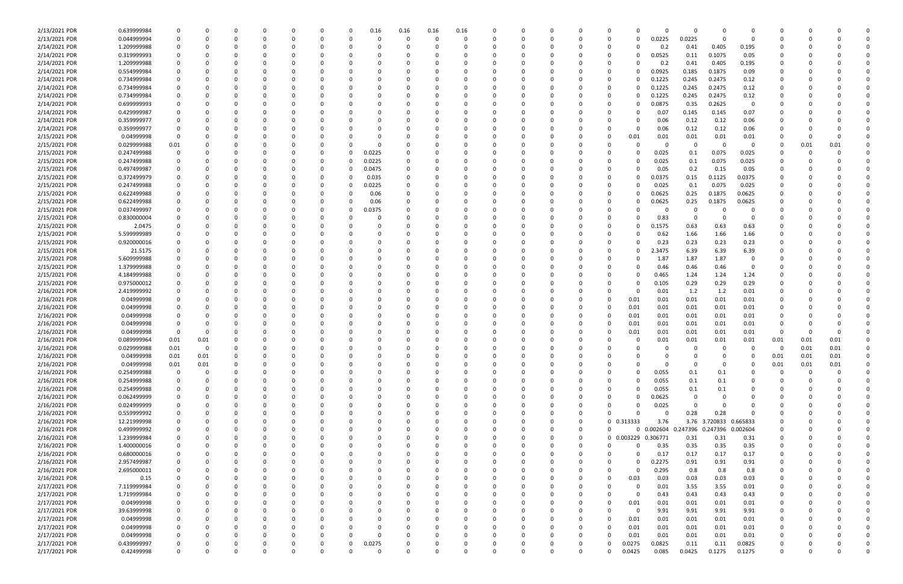| | | | | | | | | | | | | | | | | | | | | | | | | | | | | | |
|---|---|---|---|---|---|---|---|---|---|---|---|---|---|---|---|---|---|---|---|---|---|---|---|---|---|---|---|---|---|
| 2/13/2021 PDR | 0.639999984 | 0 | 0 | 0 | 0 | 0 | 0 | 0 | 0.16 | 0.16 | 0.16 | 0.16 | 0 | 0 | 0 | 0 | 0 | 0 | 0 | 0 | 0 | 0 | 0 | 0 | 0 | 0 | 0 | 0 | 0 |
| 2/13/2021 PDR | 0.044999994 | 0 | 0 | 0 | 0 | 0 | 0 | 0 | 0 | 0 | 0 | 0 | 0 | 0 | 0 | 0 | 0 | 0 | 0 | 0 | 0.0225 | 0.0225 | 0 | 0 | 0 | 0 | 0 | 0 | 0 |
| 2/14/2021 PDR | 1.209999988 | 0 | 0 | 0 | 0 | 0 | 0 | 0 | 0 | 0 | 0 | 0 | 0 | 0 | 0 | 0 | 0 | 0 | 0 | 0 | 0.2 | 0.41 | 0.405 | 0.195 | 0 | 0 | 0 | 0 | 0 |
| 2/14/2021 PDR | 0.319999993 | 0 | 0 | 0 | 0 | 0 | 0 | 0 | 0 | 0 | 0 | 0 | 0 | 0 | 0 | 0 | 0 | 0 | 0 | 0 | 0.0525 | 0.11 | 0.1075 | 0.05 | 0 | 0 | 0 | 0 | 0 |
| 2/14/2021 PDR | 1.209999988 | 0 | 0 | 0 | 0 | 0 | 0 | 0 | 0 | 0 | 0 | 0 | 0 | 0 | 0 | 0 | 0 | 0 | 0 | 0 | 0.2 | 0.41 | 0.405 | 0.195 | 0 | 0 | 0 | 0 | 0 |
| 2/14/2021 PDR | 0.554999984 | 0 | 0 | 0 | 0 | 0 | 0 | 0 | 0 | 0 | 0 | 0 | 0 | 0 | 0 | 0 | 0 | 0 | 0 | 0 | 0.0925 | 0.185 | 0.1875 | 0.09 | 0 | 0 | 0 | 0 | 0 |
| 2/14/2021 PDR | 0.734999984 | 0 | 0 | 0 | 0 | 0 | 0 | 0 | 0 | 0 | 0 | 0 | 0 | 0 | 0 | 0 | 0 | 0 | 0 | 0 | 0.1225 | 0.245 | 0.2475 | 0.12 | 0 | 0 | 0 | 0 | 0 |
| 2/14/2021 PDR | 0.734999984 | 0 | 0 | 0 | 0 | 0 | 0 | 0 | 0 | 0 | 0 | 0 | 0 | 0 | 0 | 0 | 0 | 0 | 0 | 0 | 0.1225 | 0.245 | 0.2475 | 0.12 | 0 | 0 | 0 | 0 | 0 |
| 2/14/2021 PDR | 0.734999984 | 0 | 0 | 0 | 0 | 0 | 0 | 0 | 0 | 0 | 0 | 0 | 0 | 0 | 0 | 0 | 0 | 0 | 0 | 0 | 0.1225 | 0.245 | 0.2475 | 0.12 | 0 | 0 | 0 | 0 | 0 |
| 2/14/2021 PDR | 0.699999993 | 0 | 0 | 0 | 0 | 0 | 0 | 0 | 0 | 0 | 0 | 0 | 0 | 0 | 0 | 0 | 0 | 0 | 0 | 0 | 0.0875 | 0.35 | 0.2625 | 0 | 0 | 0 | 0 | 0 | 0 |
| 2/14/2021 PDR | 0.429999987 | 0 | 0 | 0 | 0 | 0 | 0 | 0 | 0 | 0 | 0 | 0 | 0 | 0 | 0 | 0 | 0 | 0 | 0 | 0 | 0.07 | 0.145 | 0.145 | 0.07 | 0 | 0 | 0 | 0 | 0 |
| 2/14/2021 PDR | 0.359999977 | 0 | 0 | 0 | 0 | 0 | 0 | 0 | 0 | 0 | 0 | 0 | 0 | 0 | 0 | 0 | 0 | 0 | 0 | 0 | 0.06 | 0.12 | 0.12 | 0.06 | 0 | 0 | 0 | 0 | 0 |
| 2/14/2021 PDR | 0.359999977 | 0 | 0 | 0 | 0 | 0 | 0 | 0 | 0 | 0 | 0 | 0 | 0 | 0 | 0 | 0 | 0 | 0 | 0 | 0 | 0.06 | 0.12 | 0.12 | 0.06 | 0 | 0 | 0 | 0 | 0 |
| 2/15/2021 PDR | 0.04999998 | 0 | 0 | 0 | 0 | 0 | 0 | 0 | 0 | 0 | 0 | 0 | 0 | 0 | 0 | 0 | 0 | 0 | 0 | 0.01 | 0.01 | 0.01 | 0.01 | 0.01 | 0 | 0 | 0 | 0 | 0 |
| 2/15/2021 PDR | 0.029999988 | 0.01 | 0 | 0 | 0 | 0 | 0 | 0 | 0 | 0 | 0 | 0 | 0 | 0 | 0 | 0 | 0 | 0 | 0 | 0 | 0 | 0 | 0 | 0 | 0 | 0.01 | 0.01 | 0 | 0 |
| 2/15/2021 PDR | 0.247499988 | 0 | 0 | 0 | 0 | 0 | 0 | 0 | 0.0225 | 0 | 0 | 0 | 0 | 0 | 0 | 0 | 0 | 0 | 0 | 0 | 0.025 | 0.1 | 0.075 | 0.025 | 0 | 0 | 0 | 0 | 0 |
| 2/15/2021 PDR | 0.247499988 | 0 | 0 | 0 | 0 | 0 | 0 | 0 | 0.0225 | 0 | 0 | 0 | 0 | 0 | 0 | 0 | 0 | 0 | 0 | 0 | 0.025 | 0.1 | 0.075 | 0.025 | 0 | 0 | 0 | 0 | 0 |
| 2/15/2021 PDR | 0.497499987 | 0 | 0 | 0 | 0 | 0 | 0 | 0 | 0.0475 | 0 | 0 | 0 | 0 | 0 | 0 | 0 | 0 | 0 | 0 | 0 | 0.05 | 0.2 | 0.15 | 0.05 | 0 | 0 | 0 | 0 | 0 |
| 2/15/2021 PDR | 0.372499979 | 0 | 0 | 0 | 0 | 0 | 0 | 0 | 0.035 | 0 | 0 | 0 | 0 | 0 | 0 | 0 | 0 | 0 | 0 | 0 | 0.0375 | 0.15 | 0.1125 | 0.0375 | 0 | 0 | 0 | 0 | 0 |
| 2/15/2021 PDR | 0.247499988 | 0 | 0 | 0 | 0 | 0 | 0 | 0 | 0.0225 | 0 | 0 | 0 | 0 | 0 | 0 | 0 | 0 | 0 | 0 | 0 | 0.025 | 0.1 | 0.075 | 0.025 | 0 | 0 | 0 | 0 | 0 |
| 2/15/2021 PDR | 0.622499988 | 0 | 0 | 0 | 0 | 0 | 0 | 0 | 0.06 | 0 | 0 | 0 | 0 | 0 | 0 | 0 | 0 | 0 | 0 | 0 | 0.0625 | 0.25 | 0.1875 | 0.0625 | 0 | 0 | 0 | 0 | 0 |
| 2/15/2021 PDR | 0.622499988 | 0 | 0 | 0 | 0 | 0 | 0 | 0 | 0.06 | 0 | 0 | 0 | 0 | 0 | 0 | 0 | 0 | 0 | 0 | 0 | 0.0625 | 0.25 | 0.1875 | 0.0625 | 0 | 0 | 0 | 0 | 0 |
| 2/15/2021 PDR | 0.037499997 | 0 | 0 | 0 | 0 | 0 | 0 | 0 | 0.0375 | 0 | 0 | 0 | 0 | 0 | 0 | 0 | 0 | 0 | 0 | 0 | 0 | 0 | 0 | 0 | 0 | 0 | 0 | 0 | 0 |
| 2/15/2021 PDR | 0.830000004 | 0 | 0 | 0 | 0 | 0 | 0 | 0 | 0 | 0 | 0 | 0 | 0 | 0 | 0 | 0 | 0 | 0 | 0 | 0 | 0.83 | 0 | 0 | 0 | 0 | 0 | 0 | 0 | 0 |
| 2/15/2021 PDR | 2.0475 | 0 | 0 | 0 | 0 | 0 | 0 | 0 | 0 | 0 | 0 | 0 | 0 | 0 | 0 | 0 | 0 | 0 | 0 | 0 | 0.1575 | 0.63 | 0.63 | 0.63 | 0 | 0 | 0 | 0 | 0 |
| 2/15/2021 PDR | 5.599999989 | 0 | 0 | 0 | 0 | 0 | 0 | 0 | 0 | 0 | 0 | 0 | 0 | 0 | 0 | 0 | 0 | 0 | 0 | 0 | 0.62 | 1.66 | 1.66 | 1.66 | 0 | 0 | 0 | 0 | 0 |
| 2/15/2021 PDR | 0.920000016 | 0 | 0 | 0 | 0 | 0 | 0 | 0 | 0 | 0 | 0 | 0 | 0 | 0 | 0 | 0 | 0 | 0 | 0 | 0 | 0.23 | 0.23 | 0.23 | 0.23 | 0 | 0 | 0 | 0 | 0 |
| 2/15/2021 PDR | 21.5175 | 0 | 0 | 0 | 0 | 0 | 0 | 0 | 0 | 0 | 0 | 0 | 0 | 0 | 0 | 0 | 0 | 0 | 0 | 0 | 2.3475 | 6.39 | 6.39 | 6.39 | 0 | 0 | 0 | 0 | 0 |
| 2/15/2021 PDR | 5.609999988 | 0 | 0 | 0 | 0 | 0 | 0 | 0 | 0 | 0 | 0 | 0 | 0 | 0 | 0 | 0 | 0 | 0 | 0 | 0 | 1.87 | 1.87 | 1.87 | 0 | 0 | 0 | 0 | 0 | 0 |
| 2/15/2021 PDR | 1.379999988 | 0 | 0 | 0 | 0 | 0 | 0 | 0 | 0 | 0 | 0 | 0 | 0 | 0 | 0 | 0 | 0 | 0 | 0 | 0 | 0.46 | 0.46 | 0.46 | 0 | 0 | 0 | 0 | 0 | 0 |
| 2/15/2021 PDR | 4.184999988 | 0 | 0 | 0 | 0 | 0 | 0 | 0 | 0 | 0 | 0 | 0 | 0 | 0 | 0 | 0 | 0 | 0 | 0 | 0 | 0.465 | 1.24 | 1.24 | 1.24 | 0 | 0 | 0 | 0 | 0 |
| 2/15/2021 PDR | 0.975000012 | 0 | 0 | 0 | 0 | 0 | 0 | 0 | 0 | 0 | 0 | 0 | 0 | 0 | 0 | 0 | 0 | 0 | 0 | 0 | 0.105 | 0.29 | 0.29 | 0.29 | 0 | 0 | 0 | 0 | 0 |
| 2/16/2021 PDR | 2.419999992 | 0 | 0 | 0 | 0 | 0 | 0 | 0 | 0 | 0 | 0 | 0 | 0 | 0 | 0 | 0 | 0 | 0 | 0 | 0 | 0.01 | 1.2 | 1.2 | 0.01 | 0 | 0 | 0 | 0 | 0 |
| 2/16/2021 PDR | 0.04999998 | 0 | 0 | 0 | 0 | 0 | 0 | 0 | 0 | 0 | 0 | 0 | 0 | 0 | 0 | 0 | 0 | 0 | 0 | 0.01 | 0.01 | 0.01 | 0.01 | 0.01 | 0 | 0 | 0 | 0 | 0 |
| 2/16/2021 PDR | 0.04999998 | 0 | 0 | 0 | 0 | 0 | 0 | 0 | 0 | 0 | 0 | 0 | 0 | 0 | 0 | 0 | 0 | 0 | 0 | 0.01 | 0.01 | 0.01 | 0.01 | 0.01 | 0 | 0 | 0 | 0 | 0 |
| 2/16/2021 PDR | 0.04999998 | 0 | 0 | 0 | 0 | 0 | 0 | 0 | 0 | 0 | 0 | 0 | 0 | 0 | 0 | 0 | 0 | 0 | 0 | 0.01 | 0.01 | 0.01 | 0.01 | 0.01 | 0 | 0 | 0 | 0 | 0 |
| 2/16/2021 PDR | 0.04999998 | 0 | 0 | 0 | 0 | 0 | 0 | 0 | 0 | 0 | 0 | 0 | 0 | 0 | 0 | 0 | 0 | 0 | 0 | 0.01 | 0.01 | 0.01 | 0.01 | 0.01 | 0 | 0 | 0 | 0 | 0 |
| 2/16/2021 PDR | 0.04999998 | 0 | 0 | 0 | 0 | 0 | 0 | 0 | 0 | 0 | 0 | 0 | 0 | 0 | 0 | 0 | 0 | 0 | 0 | 0.01 | 0.01 | 0.01 | 0.01 | 0.01 | 0 | 0 | 0 | 0 | 0 |
| 2/16/2021 PDR | 0.089999964 | 0.01 | 0.01 | 0 | 0 | 0 | 0 | 0 | 0 | 0 | 0 | 0 | 0 | 0 | 0 | 0 | 0 | 0 | 0 | 0 | 0.01 | 0.01 | 0.01 | 0.01 | 0.01 | 0.01 | 0.01 | 0 | 0 |
| 2/16/2021 PDR | 0.029999988 | 0.01 | 0 | 0 | 0 | 0 | 0 | 0 | 0 | 0 | 0 | 0 | 0 | 0 | 0 | 0 | 0 | 0 | 0 | 0 | 0 | 0 | 0 | 0 | 0 | 0.01 | 0.01 | 0 | 0 |
| 2/16/2021 PDR | 0.04999998 | 0.01 | 0.01 | 0 | 0 | 0 | 0 | 0 | 0 | 0 | 0 | 0 | 0 | 0 | 0 | 0 | 0 | 0 | 0 | 0 | 0 | 0 | 0 | 0 | 0.01 | 0.01 | 0.01 | 0 | 0 |
| 2/16/2021 PDR | 0.04999998 | 0.01 | 0.01 | 0 | 0 | 0 | 0 | 0 | 0 | 0 | 0 | 0 | 0 | 0 | 0 | 0 | 0 | 0 | 0 | 0 | 0 | 0 | 0 | 0 | 0.01 | 0.01 | 0.01 | 0 | 0 |
| 2/16/2021 PDR | 0.254999988 | 0 | 0 | 0 | 0 | 0 | 0 | 0 | 0 | 0 | 0 | 0 | 0 | 0 | 0 | 0 | 0 | 0 | 0 | 0 | 0.055 | 0.1 | 0.1 | 0 | 0 | 0 | 0 | 0 | 0 |
| 2/16/2021 PDR | 0.254999988 | 0 | 0 | 0 | 0 | 0 | 0 | 0 | 0 | 0 | 0 | 0 | 0 | 0 | 0 | 0 | 0 | 0 | 0 | 0 | 0.055 | 0.1 | 0.1 | 0 | 0 | 0 | 0 | 0 | 0 |
| 2/16/2021 PDR | 0.254999988 | 0 | 0 | 0 | 0 | 0 | 0 | 0 | 0 | 0 | 0 | 0 | 0 | 0 | 0 | 0 | 0 | 0 | 0 | 0 | 0.055 | 0.1 | 0.1 | 0 | 0 | 0 | 0 | 0 | 0 |
| 2/16/2021 PDR | 0.062499999 | 0 | 0 | 0 | 0 | 0 | 0 | 0 | 0 | 0 | 0 | 0 | 0 | 0 | 0 | 0 | 0 | 0 | 0 | 0 | 0.0625 | 0 | 0 | 0 | 0 | 0 | 0 | 0 | 0 |
| 2/16/2021 PDR | 0.024999999 | 0 | 0 | 0 | 0 | 0 | 0 | 0 | 0 | 0 | 0 | 0 | 0 | 0 | 0 | 0 | 0 | 0 | 0 | 0 | 0.025 | 0 | 0 | 0 | 0 | 0 | 0 | 0 | 0 |
| 2/16/2021 PDR | 0.559999992 | 0 | 0 | 0 | 0 | 0 | 0 | 0 | 0 | 0 | 0 | 0 | 0 | 0 | 0 | 0 | 0 | 0 | 0 | 0 | 0 | 0.28 | 0.28 | 0 | 0 | 0 | 0 | 0 | 0 |
| 2/16/2021 PDR | 12.21999998 | 0 | 0 | 0 | 0 | 0 | 0 | 0 | 0 | 0 | 0 | 0 | 0 | 0 | 0 | 0 | 0 | 0 | 0 | 0.313333 | 3.76 | 3.76 | 3.720833 | 0.665833 | 0 | 0 | 0 | 0 | 0 |
| 2/16/2021 PDR | 0.499999992 | 0 | 0 | 0 | 0 | 0 | 0 | 0 | 0 | 0 | 0 | 0 | 0 | 0 | 0 | 0 | 0 | 0 | 0 | 0 | 0.002604 | 0.247396 | 0.247396 | 0.002604 | 0 | 0 | 0 | 0 | 0 |
| 2/16/2021 PDR | 1.239999984 | 0 | 0 | 0 | 0 | 0 | 0 | 0 | 0 | 0 | 0 | 0 | 0 | 0 | 0 | 0 | 0 | 0 | 0 | 0.003229 | 0.306771 | 0.31 | 0.31 | 0.31 | 0 | 0 | 0 | 0 | 0 |
| 2/16/2021 PDR | 1.400000016 | 0 | 0 | 0 | 0 | 0 | 0 | 0 | 0 | 0 | 0 | 0 | 0 | 0 | 0 | 0 | 0 | 0 | 0 | 0 | 0.35 | 0.35 | 0.35 | 0.35 | 0 | 0 | 0 | 0 | 0 |
| 2/16/2021 PDR | 0.680000016 | 0 | 0 | 0 | 0 | 0 | 0 | 0 | 0 | 0 | 0 | 0 | 0 | 0 | 0 | 0 | 0 | 0 | 0 | 0 | 0.17 | 0.17 | 0.17 | 0.17 | 0 | 0 | 0 | 0 | 0 |
| 2/16/2021 PDR | 2.957499987 | 0 | 0 | 0 | 0 | 0 | 0 | 0 | 0 | 0 | 0 | 0 | 0 | 0 | 0 | 0 | 0 | 0 | 0 | 0 | 0.2275 | 0.91 | 0.91 | 0.91 | 0 | 0 | 0 | 0 | 0 |
| 2/16/2021 PDR | 2.695000011 | 0 | 0 | 0 | 0 | 0 | 0 | 0 | 0 | 0 | 0 | 0 | 0 | 0 | 0 | 0 | 0 | 0 | 0 | 0 | 0.295 | 0.8 | 0.8 | 0.8 | 0 | 0 | 0 | 0 | 0 |
| 2/16/2021 PDR | 0.15 | 0 | 0 | 0 | 0 | 0 | 0 | 0 | 0 | 0 | 0 | 0 | 0 | 0 | 0 | 0 | 0 | 0 | 0 | 0.03 | 0.03 | 0.03 | 0.03 | 0.03 | 0 | 0 | 0 | 0 | 0 |
| 2/17/2021 PDR | 7.119999984 | 0 | 0 | 0 | 0 | 0 | 0 | 0 | 0 | 0 | 0 | 0 | 0 | 0 | 0 | 0 | 0 | 0 | 0 | 0 | 0.01 | 3.55 | 3.55 | 0.01 | 0 | 0 | 0 | 0 | 0 |
| 2/17/2021 PDR | 1.719999984 | 0 | 0 | 0 | 0 | 0 | 0 | 0 | 0 | 0 | 0 | 0 | 0 | 0 | 0 | 0 | 0 | 0 | 0 | 0 | 0.43 | 0.43 | 0.43 | 0.43 | 0 | 0 | 0 | 0 | 0 |
| 2/17/2021 PDR | 0.04999998 | 0 | 0 | 0 | 0 | 0 | 0 | 0 | 0 | 0 | 0 | 0 | 0 | 0 | 0 | 0 | 0 | 0 | 0 | 0.01 | 0.01 | 0.01 | 0.01 | 0.01 | 0 | 0 | 0 | 0 | 0 |
| 2/17/2021 PDR | 39.63999998 | 0 | 0 | 0 | 0 | 0 | 0 | 0 | 0 | 0 | 0 | 0 | 0 | 0 | 0 | 0 | 0 | 0 | 0 | 0 | 9.91 | 9.91 | 9.91 | 9.91 | 0 | 0 | 0 | 0 | 0 |
| 2/17/2021 PDR | 0.04999998 | 0 | 0 | 0 | 0 | 0 | 0 | 0 | 0 | 0 | 0 | 0 | 0 | 0 | 0 | 0 | 0 | 0 | 0 | 0.01 | 0.01 | 0.01 | 0.01 | 0.01 | 0 | 0 | 0 | 0 | 0 |
| 2/17/2021 PDR | 0.04999998 | 0 | 0 | 0 | 0 | 0 | 0 | 0 | 0 | 0 | 0 | 0 | 0 | 0 | 0 | 0 | 0 | 0 | 0 | 0.01 | 0.01 | 0.01 | 0.01 | 0.01 | 0 | 0 | 0 | 0 | 0 |
| 2/17/2021 PDR | 0.04999998 | 0 | 0 | 0 | 0 | 0 | 0 | 0 | 0 | 0 | 0 | 0 | 0 | 0 | 0 | 0 | 0 | 0 | 0 | 0.01 | 0.01 | 0.01 | 0.01 | 0.01 | 0 | 0 | 0 | 0 | 0 |
| 2/17/2021 PDR | 0.439999997 | 0 | 0 | 0 | 0 | 0 | 0 | 0 | 0.0275 | 0 | 0 | 0 | 0 | 0 | 0 | 0 | 0 | 0 | 0 | 0.0275 | 0.0825 | 0.11 | 0.11 | 0.0825 | 0 | 0 | 0 | 0 | 0 |
| 2/17/2021 PDR | 0.42499998 | 0 | 0 | 0 | 0 | 0 | 0 | 0 | 0 | 0 | 0 | 0 | 0 | 0 | 0 | 0 | 0 | 0 | 0 | 0.0425 | 0.085 | 0.0425 | 0.1275 | 0.1275 | 0 | 0 | 0 | 0 | 0 |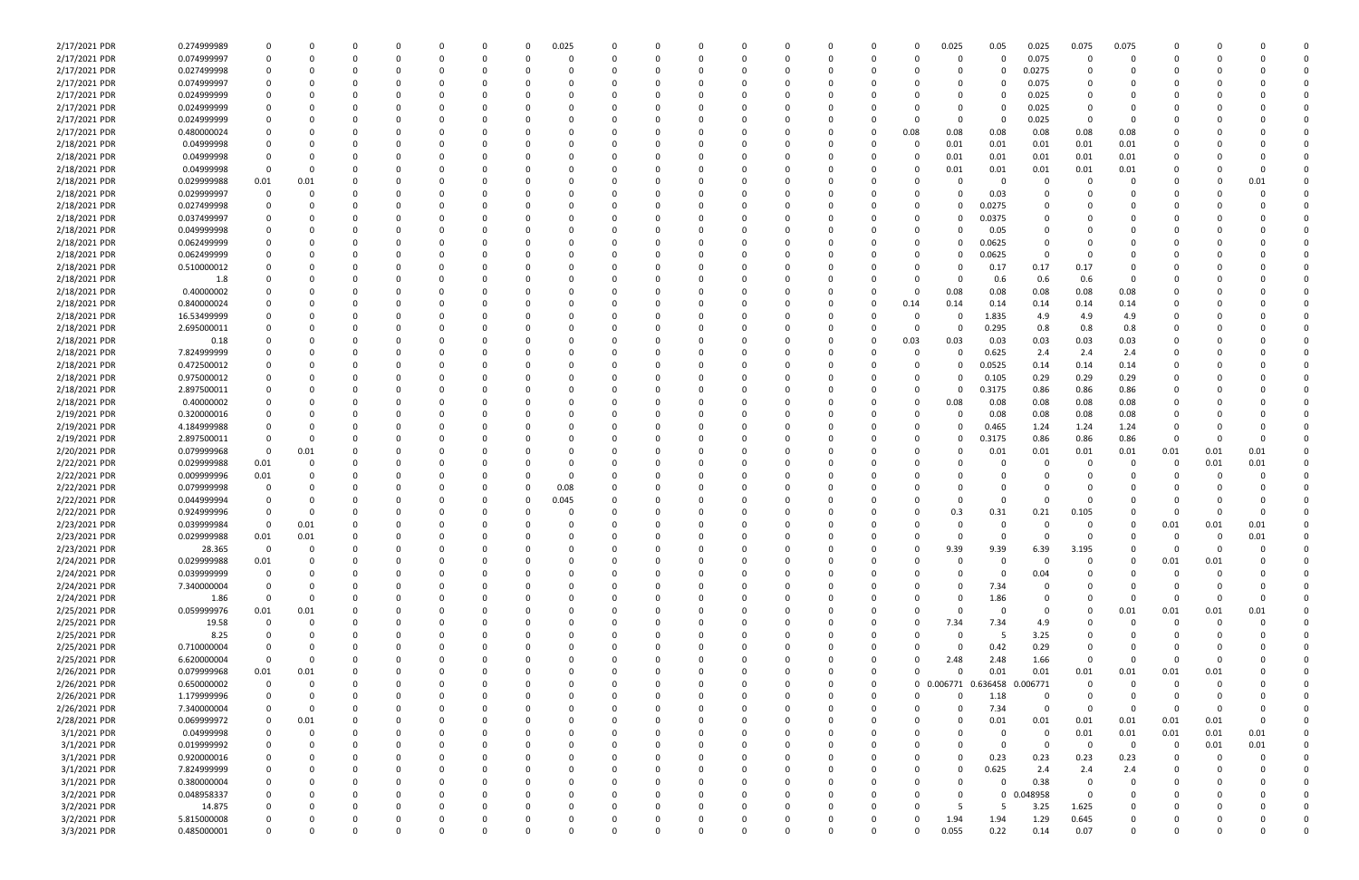| | | | | | | | | | | | | | | | | | | | | | | | | | | | |
|---|---|---|---|---|---|---|---|---|---|---|---|---|---|---|---|---|---|---|---|---|---|---|---|---|---|---|---|
| 2/17/2021 PDR | 0.274999989 | 0 | 0 | 0 | 0 | 0 | 0 | 0 | 0.025 | 0 | 0 | 0 | 0 | 0 | 0 | 0 | 0 | 0.025 | 0.05 | 0.025 | 0.075 | 0.075 | 0 | 0 | 0 | 0 | 0 |
| 2/17/2021 PDR | 0.074999997 | 0 | 0 | 0 | 0 | 0 | 0 | 0 | 0 | 0 | 0 | 0 | 0 | 0 | 0 | 0 | 0 | 0 | 0 | 0.075 | 0 | 0 | 0 | 0 | 0 | 0 | 0 |
| 2/17/2021 PDR | 0.027499998 | 0 | 0 | 0 | 0 | 0 | 0 | 0 | 0 | 0 | 0 | 0 | 0 | 0 | 0 | 0 | 0 | 0 | 0 | 0.0275 | 0 | 0 | 0 | 0 | 0 | 0 | 0 |
| 2/17/2021 PDR | 0.074999997 | 0 | 0 | 0 | 0 | 0 | 0 | 0 | 0 | 0 | 0 | 0 | 0 | 0 | 0 | 0 | 0 | 0 | 0 | 0.075 | 0 | 0 | 0 | 0 | 0 | 0 | 0 |
| 2/17/2021 PDR | 0.024999999 | 0 | 0 | 0 | 0 | 0 | 0 | 0 | 0 | 0 | 0 | 0 | 0 | 0 | 0 | 0 | 0 | 0 | 0 | 0.025 | 0 | 0 | 0 | 0 | 0 | 0 | 0 |
| 2/17/2021 PDR | 0.024999999 | 0 | 0 | 0 | 0 | 0 | 0 | 0 | 0 | 0 | 0 | 0 | 0 | 0 | 0 | 0 | 0 | 0 | 0 | 0.025 | 0 | 0 | 0 | 0 | 0 | 0 | 0 |
| 2/17/2021 PDR | 0.024999999 | 0 | 0 | 0 | 0 | 0 | 0 | 0 | 0 | 0 | 0 | 0 | 0 | 0 | 0 | 0 | 0 | 0 | 0 | 0.025 | 0 | 0 | 0 | 0 | 0 | 0 | 0 |
| 2/17/2021 PDR | 0.480000024 | 0 | 0 | 0 | 0 | 0 | 0 | 0 | 0 | 0 | 0 | 0 | 0 | 0 | 0 | 0 | 0.08 | 0.08 | 0.08 | 0.08 | 0.08 | 0.08 | 0 | 0 | 0 | 0 | 0 |
| 2/18/2021 PDR | 0.04999998 | 0 | 0 | 0 | 0 | 0 | 0 | 0 | 0 | 0 | 0 | 0 | 0 | 0 | 0 | 0 | 0 | 0.01 | 0.01 | 0.01 | 0.01 | 0.01 | 0 | 0 | 0 | 0 | 0 |
| 2/18/2021 PDR | 0.04999998 | 0 | 0 | 0 | 0 | 0 | 0 | 0 | 0 | 0 | 0 | 0 | 0 | 0 | 0 | 0 | 0 | 0.01 | 0.01 | 0.01 | 0.01 | 0.01 | 0 | 0 | 0 | 0 | 0 |
| 2/18/2021 PDR | 0.04999998 | 0 | 0 | 0 | 0 | 0 | 0 | 0 | 0 | 0 | 0 | 0 | 0 | 0 | 0 | 0 | 0 | 0.01 | 0.01 | 0.01 | 0.01 | 0.01 | 0 | 0 | 0 | 0 | 0 |
| 2/18/2021 PDR | 0.029999988 | 0.01 | 0.01 | 0 | 0 | 0 | 0 | 0 | 0 | 0 | 0 | 0 | 0 | 0 | 0 | 0 | 0 | 0 | 0 | 0 | 0 | 0 | 0 | 0 | 0 | 0.01 | 0 |
| 2/18/2021 PDR | 0.029999997 | 0 | 0 | 0 | 0 | 0 | 0 | 0 | 0 | 0 | 0 | 0 | 0 | 0 | 0 | 0 | 0 | 0 | 0.03 | 0 | 0 | 0 | 0 | 0 | 0 | 0 | 0 |
| 2/18/2021 PDR | 0.027499998 | 0 | 0 | 0 | 0 | 0 | 0 | 0 | 0 | 0 | 0 | 0 | 0 | 0 | 0 | 0 | 0 | 0 | 0.0275 | 0 | 0 | 0 | 0 | 0 | 0 | 0 | 0 |
| 2/18/2021 PDR | 0.037499997 | 0 | 0 | 0 | 0 | 0 | 0 | 0 | 0 | 0 | 0 | 0 | 0 | 0 | 0 | 0 | 0 | 0 | 0.0375 | 0 | 0 | 0 | 0 | 0 | 0 | 0 | 0 |
| 2/18/2021 PDR | 0.049999998 | 0 | 0 | 0 | 0 | 0 | 0 | 0 | 0 | 0 | 0 | 0 | 0 | 0 | 0 | 0 | 0 | 0 | 0.05 | 0 | 0 | 0 | 0 | 0 | 0 | 0 | 0 |
| 2/18/2021 PDR | 0.062499999 | 0 | 0 | 0 | 0 | 0 | 0 | 0 | 0 | 0 | 0 | 0 | 0 | 0 | 0 | 0 | 0 | 0 | 0.0625 | 0 | 0 | 0 | 0 | 0 | 0 | 0 | 0 |
| 2/18/2021 PDR | 0.062499999 | 0 | 0 | 0 | 0 | 0 | 0 | 0 | 0 | 0 | 0 | 0 | 0 | 0 | 0 | 0 | 0 | 0 | 0.0625 | 0 | 0 | 0 | 0 | 0 | 0 | 0 | 0 |
| 2/18/2021 PDR | 0.510000012 | 0 | 0 | 0 | 0 | 0 | 0 | 0 | 0 | 0 | 0 | 0 | 0 | 0 | 0 | 0 | 0 | 0 | 0.17 | 0.17 | 0.17 | 0 | 0 | 0 | 0 | 0 | 0 |
| 2/18/2021 PDR | 1.8 | 0 | 0 | 0 | 0 | 0 | 0 | 0 | 0 | 0 | 0 | 0 | 0 | 0 | 0 | 0 | 0 | 0 | 0.6 | 0.6 | 0.6 | 0 | 0 | 0 | 0 | 0 | 0 |
| 2/18/2021 PDR | 0.40000002 | 0 | 0 | 0 | 0 | 0 | 0 | 0 | 0 | 0 | 0 | 0 | 0 | 0 | 0 | 0 | 0 | 0.08 | 0.08 | 0.08 | 0.08 | 0.08 | 0 | 0 | 0 | 0 | 0 |
| 2/18/2021 PDR | 0.840000024 | 0 | 0 | 0 | 0 | 0 | 0 | 0 | 0 | 0 | 0 | 0 | 0 | 0 | 0 | 0 | 0.14 | 0.14 | 0.14 | 0.14 | 0.14 | 0.14 | 0 | 0 | 0 | 0 | 0 |
| 2/18/2021 PDR | 16.53499999 | 0 | 0 | 0 | 0 | 0 | 0 | 0 | 0 | 0 | 0 | 0 | 0 | 0 | 0 | 0 | 0 | 0 | 1.835 | 4.9 | 4.9 | 4.9 | 0 | 0 | 0 | 0 | 0 |
| 2/18/2021 PDR | 2.695000011 | 0 | 0 | 0 | 0 | 0 | 0 | 0 | 0 | 0 | 0 | 0 | 0 | 0 | 0 | 0 | 0 | 0 | 0.295 | 0.8 | 0.8 | 0.8 | 0 | 0 | 0 | 0 | 0 |
| 2/18/2021 PDR | 0.18 | 0 | 0 | 0 | 0 | 0 | 0 | 0 | 0 | 0 | 0 | 0 | 0 | 0 | 0 | 0 | 0.03 | 0.03 | 0.03 | 0.03 | 0.03 | 0.03 | 0 | 0 | 0 | 0 | 0 |
| 2/18/2021 PDR | 7.824999999 | 0 | 0 | 0 | 0 | 0 | 0 | 0 | 0 | 0 | 0 | 0 | 0 | 0 | 0 | 0 | 0 | 0 | 0.625 | 2.4 | 2.4 | 2.4 | 0 | 0 | 0 | 0 | 0 |
| 2/18/2021 PDR | 0.472500012 | 0 | 0 | 0 | 0 | 0 | 0 | 0 | 0 | 0 | 0 | 0 | 0 | 0 | 0 | 0 | 0 | 0 | 0.0525 | 0.14 | 0.14 | 0.14 | 0 | 0 | 0 | 0 | 0 |
| 2/18/2021 PDR | 0.975000012 | 0 | 0 | 0 | 0 | 0 | 0 | 0 | 0 | 0 | 0 | 0 | 0 | 0 | 0 | 0 | 0 | 0 | 0.105 | 0.29 | 0.29 | 0.29 | 0 | 0 | 0 | 0 | 0 |
| 2/18/2021 PDR | 2.897500011 | 0 | 0 | 0 | 0 | 0 | 0 | 0 | 0 | 0 | 0 | 0 | 0 | 0 | 0 | 0 | 0 | 0 | 0.3175 | 0.86 | 0.86 | 0.86 | 0 | 0 | 0 | 0 | 0 |
| 2/18/2021 PDR | 0.40000002 | 0 | 0 | 0 | 0 | 0 | 0 | 0 | 0 | 0 | 0 | 0 | 0 | 0 | 0 | 0 | 0 | 0.08 | 0.08 | 0.08 | 0.08 | 0.08 | 0 | 0 | 0 | 0 | 0 |
| 2/19/2021 PDR | 0.320000016 | 0 | 0 | 0 | 0 | 0 | 0 | 0 | 0 | 0 | 0 | 0 | 0 | 0 | 0 | 0 | 0 | 0 | 0.08 | 0.08 | 0.08 | 0.08 | 0 | 0 | 0 | 0 | 0 |
| 2/19/2021 PDR | 4.184999988 | 0 | 0 | 0 | 0 | 0 | 0 | 0 | 0 | 0 | 0 | 0 | 0 | 0 | 0 | 0 | 0 | 0 | 0.465 | 1.24 | 1.24 | 1.24 | 0 | 0 | 0 | 0 | 0 |
| 2/19/2021 PDR | 2.897500011 | 0 | 0 | 0 | 0 | 0 | 0 | 0 | 0 | 0 | 0 | 0 | 0 | 0 | 0 | 0 | 0 | 0 | 0.3175 | 0.86 | 0.86 | 0.86 | 0 | 0 | 0 | 0 | 0 |
| 2/20/2021 PDR | 0.079999968 | 0 | 0.01 | 0 | 0 | 0 | 0 | 0 | 0 | 0 | 0 | 0 | 0 | 0 | 0 | 0 | 0 | 0 | 0.01 | 0.01 | 0.01 | 0.01 | 0.01 | 0.01 | 0.01 | 0 | 0 |
| 2/22/2021 PDR | 0.029999988 | 0.01 | 0 | 0 | 0 | 0 | 0 | 0 | 0 | 0 | 0 | 0 | 0 | 0 | 0 | 0 | 0 | 0 | 0 | 0 | 0 | 0 | 0 | 0 | 0.01 | 0.01 | 0 |
| 2/22/2021 PDR | 0.009999996 | 0.01 | 0 | 0 | 0 | 0 | 0 | 0 | 0 | 0 | 0 | 0 | 0 | 0 | 0 | 0 | 0 | 0 | 0 | 0 | 0 | 0 | 0 | 0 | 0 | 0 | 0 |
| 2/22/2021 PDR | 0.079999998 | 0 | 0 | 0 | 0 | 0 | 0 | 0 | 0.08 | 0 | 0 | 0 | 0 | 0 | 0 | 0 | 0 | 0 | 0 | 0 | 0 | 0 | 0 | 0 | 0 | 0 | 0 |
| 2/22/2021 PDR | 0.044999994 | 0 | 0 | 0 | 0 | 0 | 0 | 0 | 0.045 | 0 | 0 | 0 | 0 | 0 | 0 | 0 | 0 | 0 | 0 | 0 | 0 | 0 | 0 | 0 | 0 | 0 | 0 |
| 2/22/2021 PDR | 0.924999996 | 0 | 0 | 0 | 0 | 0 | 0 | 0 | 0 | 0 | 0 | 0 | 0 | 0 | 0 | 0 | 0 | 0.3 | 0.31 | 0.21 | 0.105 | 0 | 0 | 0 | 0 | 0 | 0 |
| 2/23/2021 PDR | 0.039999984 | 0 | 0.01 | 0 | 0 | 0 | 0 | 0 | 0 | 0 | 0 | 0 | 0 | 0 | 0 | 0 | 0 | 0 | 0 | 0 | 0 | 0 | 0 | 0.01 | 0.01 | 0.01 | 0 |
| 2/23/2021 PDR | 0.029999988 | 0.01 | 0.01 | 0 | 0 | 0 | 0 | 0 | 0 | 0 | 0 | 0 | 0 | 0 | 0 | 0 | 0 | 0 | 0 | 0 | 0 | 0 | 0 | 0 | 0 | 0.01 | 0 |
| 2/23/2021 PDR | 28.365 | 0 | 0 | 0 | 0 | 0 | 0 | 0 | 0 | 0 | 0 | 0 | 0 | 0 | 0 | 0 | 0 | 9.39 | 9.39 | 6.39 | 3.195 | 0 | 0 | 0 | 0 | 0 | 0 |
| 2/24/2021 PDR | 0.029999988 | 0.01 | 0 | 0 | 0 | 0 | 0 | 0 | 0 | 0 | 0 | 0 | 0 | 0 | 0 | 0 | 0 | 0 | 0 | 0 | 0 | 0 | 0 | 0.01 | 0.01 | 0 | 0 |
| 2/24/2021 PDR | 0.039999999 | 0 | 0 | 0 | 0 | 0 | 0 | 0 | 0 | 0 | 0 | 0 | 0 | 0 | 0 | 0 | 0 | 0 | 0 | 0.04 | 0 | 0 | 0 | 0 | 0 | 0 | 0 |
| 2/24/2021 PDR | 7.340000004 | 0 | 0 | 0 | 0 | 0 | 0 | 0 | 0 | 0 | 0 | 0 | 0 | 0 | 0 | 0 | 0 | 0 | 7.34 | 0 | 0 | 0 | 0 | 0 | 0 | 0 | 0 |
| 2/24/2021 PDR | 1.86 | 0 | 0 | 0 | 0 | 0 | 0 | 0 | 0 | 0 | 0 | 0 | 0 | 0 | 0 | 0 | 0 | 0 | 1.86 | 0 | 0 | 0 | 0 | 0 | 0 | 0 | 0 |
| 2/25/2021 PDR | 0.059999976 | 0.01 | 0.01 | 0 | 0 | 0 | 0 | 0 | 0 | 0 | 0 | 0 | 0 | 0 | 0 | 0 | 0 | 0 | 0 | 0 | 0 | 0 | 0.01 | 0.01 | 0.01 | 0.01 | 0 |
| 2/25/2021 PDR | 19.58 | 0 | 0 | 0 | 0 | 0 | 0 | 0 | 0 | 0 | 0 | 0 | 0 | 0 | 0 | 0 | 0 | 7.34 | 7.34 | 4.9 | 0 | 0 | 0 | 0 | 0 | 0 | 0 |
| 2/25/2021 PDR | 8.25 | 0 | 0 | 0 | 0 | 0 | 0 | 0 | 0 | 0 | 0 | 0 | 0 | 0 | 0 | 0 | 0 | 0 | 5 | 3.25 | 0 | 0 | 0 | 0 | 0 | 0 | 0 |
| 2/25/2021 PDR | 0.710000004 | 0 | 0 | 0 | 0 | 0 | 0 | 0 | 0 | 0 | 0 | 0 | 0 | 0 | 0 | 0 | 0 | 0 | 0.42 | 0.29 | 0 | 0 | 0 | 0 | 0 | 0 | 0 |
| 2/25/2021 PDR | 6.620000004 | 0 | 0 | 0 | 0 | 0 | 0 | 0 | 0 | 0 | 0 | 0 | 0 | 0 | 0 | 0 | 0 | 2.48 | 2.48 | 1.66 | 0 | 0 | 0 | 0 | 0 | 0 | 0 |
| 2/26/2021 PDR | 0.079999968 | 0.01 | 0.01 | 0 | 0 | 0 | 0 | 0 | 0 | 0 | 0 | 0 | 0 | 0 | 0 | 0 | 0 | 0 | 0 | 0.01 | 0.01 | 0.01 | 0.01 | 0.01 | 0.01 | 0 | 0 |
| 2/26/2021 PDR | 0.650000002 | 0 | 0 | 0 | 0 | 0 | 0 | 0 | 0 | 0 | 0 | 0 | 0 | 0 | 0 | 0 | 0 | 0.006771 | 0.636458 | 0.006771 | 0 | 0 | 0 | 0 | 0 | 0 | 0 |
| 2/26/2021 PDR | 1.179999996 | 0 | 0 | 0 | 0 | 0 | 0 | 0 | 0 | 0 | 0 | 0 | 0 | 0 | 0 | 0 | 0 | 0 | 1.18 | 0 | 0 | 0 | 0 | 0 | 0 | 0 | 0 |
| 2/26/2021 PDR | 7.340000004 | 0 | 0 | 0 | 0 | 0 | 0 | 0 | 0 | 0 | 0 | 0 | 0 | 0 | 0 | 0 | 0 | 0 | 7.34 | 0 | 0 | 0 | 0 | 0 | 0 | 0 | 0 |
| 2/28/2021 PDR | 0.069999972 | 0 | 0.01 | 0 | 0 | 0 | 0 | 0 | 0 | 0 | 0 | 0 | 0 | 0 | 0 | 0 | 0 | 0 | 0.01 | 0.01 | 0.01 | 0.01 | 0.01 | 0.01 | 0 | 0 | 0 |
| 3/1/2021 PDR | 0.04999998 | 0 | 0 | 0 | 0 | 0 | 0 | 0 | 0 | 0 | 0 | 0 | 0 | 0 | 0 | 0 | 0 | 0 | 0 | 0 | 0.01 | 0.01 | 0.01 | 0.01 | 0.01 | 0 | 0 |
| 3/1/2021 PDR | 0.019999992 | 0 | 0 | 0 | 0 | 0 | 0 | 0 | 0 | 0 | 0 | 0 | 0 | 0 | 0 | 0 | 0 | 0 | 0 | 0 | 0 | 0 | 0 | 0 | 0.01 | 0.01 | 0 |
| 3/1/2021 PDR | 0.920000016 | 0 | 0 | 0 | 0 | 0 | 0 | 0 | 0 | 0 | 0 | 0 | 0 | 0 | 0 | 0 | 0 | 0 | 0.23 | 0.23 | 0.23 | 0.23 | 0 | 0 | 0 | 0 | 0 |
| 3/1/2021 PDR | 7.824999999 | 0 | 0 | 0 | 0 | 0 | 0 | 0 | 0 | 0 | 0 | 0 | 0 | 0 | 0 | 0 | 0 | 0 | 0.625 | 2.4 | 2.4 | 2.4 | 0 | 0 | 0 | 0 | 0 |
| 3/1/2021 PDR | 0.380000004 | 0 | 0 | 0 | 0 | 0 | 0 | 0 | 0 | 0 | 0 | 0 | 0 | 0 | 0 | 0 | 0 | 0 | 0 | 0.38 | 0 | 0 | 0 | 0 | 0 | 0 | 0 |
| 3/2/2021 PDR | 0.048958337 | 0 | 0 | 0 | 0 | 0 | 0 | 0 | 0 | 0 | 0 | 0 | 0 | 0 | 0 | 0 | 0 | 0 | 0 | 0.048958 | 0 | 0 | 0 | 0 | 0 | 0 | 0 |
| 3/2/2021 PDR | 14.875 | 0 | 0 | 0 | 0 | 0 | 0 | 0 | 0 | 0 | 0 | 0 | 0 | 0 | 0 | 0 | 0 | 5 | 5 | 3.25 | 1.625 | 0 | 0 | 0 | 0 | 0 | 0 |
| 3/2/2021 PDR | 5.815000008 | 0 | 0 | 0 | 0 | 0 | 0 | 0 | 0 | 0 | 0 | 0 | 0 | 0 | 0 | 0 | 0 | 1.94 | 1.94 | 1.29 | 0.645 | 0 | 0 | 0 | 0 | 0 | 0 |
| 3/3/2021 PDR | 0.485000001 | 0 | 0 | 0 | 0 | 0 | 0 | 0 | 0 | 0 | 0 | 0 | 0 | 0 | 0 | 0 | 0 | 0.055 | 0.22 | 0.14 | 0.07 | 0 | 0 | 0 | 0 | 0 | 0 |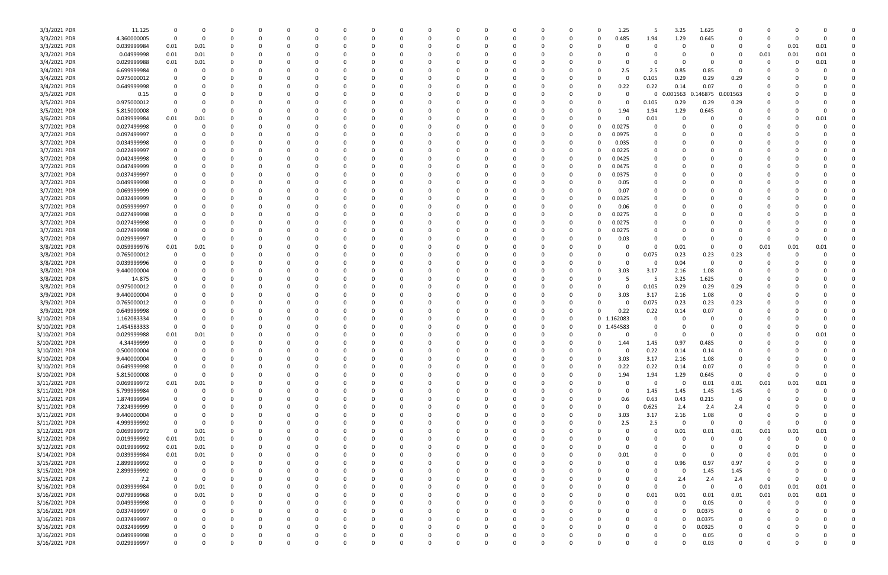| | | | | | | | | | | | | | | | | | | | | | | | | | | | |
|---|---|---|---|---|---|---|---|---|---|---|---|---|---|---|---|---|---|---|---|---|---|---|---|---|---|---|---|
| 3/3/2021 PDR | 11.125 | 0 | 0 | 0 | 0 | 0 | 0 | 0 | 0 | 0 | 0 | 0 | 0 | 0 | 0 | 0 | 0 | 0 | 1.25 | 5 | 3.25 | 1.625 | 0 | 0 | 0 | 0 | 0 |
| 3/3/2021 PDR | 4.360000005 | 0 | 0 | 0 | 0 | 0 | 0 | 0 | 0 | 0 | 0 | 0 | 0 | 0 | 0 | 0 | 0 | 0 | 0.485 | 1.94 | 1.29 | 0.645 | 0 | 0 | 0 | 0 | 0 |
| 3/3/2021 PDR | 0.039999984 | 0.01 | 0.01 | 0 | 0 | 0 | 0 | 0 | 0 | 0 | 0 | 0 | 0 | 0 | 0 | 0 | 0 | 0 | 0 | 0 | 0 | 0 | 0 | 0 | 0.01 | 0.01 | 0 |
| 3/3/2021 PDR | 0.04999998 | 0.01 | 0.01 | 0 | 0 | 0 | 0 | 0 | 0 | 0 | 0 | 0 | 0 | 0 | 0 | 0 | 0 | 0 | 0 | 0 | 0 | 0 | 0 | 0.01 | 0.01 | 0.01 | 0 |
| 3/4/2021 PDR | 0.029999988 | 0.01 | 0.01 | 0 | 0 | 0 | 0 | 0 | 0 | 0 | 0 | 0 | 0 | 0 | 0 | 0 | 0 | 0 | 0 | 0 | 0 | 0 | 0 | 0 | 0 | 0.01 | 0 |
| 3/4/2021 PDR | 6.699999984 | 0 | 0 | 0 | 0 | 0 | 0 | 0 | 0 | 0 | 0 | 0 | 0 | 0 | 0 | 0 | 0 | 0 | 2.5 | 2.5 | 0.85 | 0.85 | 0 | 0 | 0 | 0 | 0 |
| 3/4/2021 PDR | 0.975000012 | 0 | 0 | 0 | 0 | 0 | 0 | 0 | 0 | 0 | 0 | 0 | 0 | 0 | 0 | 0 | 0 | 0 | 0 | 0.105 | 0.29 | 0.29 | 0.29 | 0 | 0 | 0 | 0 |
| 3/4/2021 PDR | 0.649999998 | 0 | 0 | 0 | 0 | 0 | 0 | 0 | 0 | 0 | 0 | 0 | 0 | 0 | 0 | 0 | 0 | 0 | 0.22 | 0.22 | 0.14 | 0.07 | 0 | 0 | 0 | 0 | 0 |
| 3/5/2021 PDR | 0.15 | 0 | 0 | 0 | 0 | 0 | 0 | 0 | 0 | 0 | 0 | 0 | 0 | 0 | 0 | 0 | 0 | 0 | 0 | 0 | 0.001563 | 0.146875 | 0.001563 | 0 | 0 | 0 | 0 |
| 3/5/2021 PDR | 0.975000012 | 0 | 0 | 0 | 0 | 0 | 0 | 0 | 0 | 0 | 0 | 0 | 0 | 0 | 0 | 0 | 0 | 0 | 0 | 0.105 | 0.29 | 0.29 | 0.29 | 0 | 0 | 0 | 0 |
| 3/5/2021 PDR | 5.815000008 | 0 | 0 | 0 | 0 | 0 | 0 | 0 | 0 | 0 | 0 | 0 | 0 | 0 | 0 | 0 | 0 | 0 | 1.94 | 1.94 | 1.29 | 0.645 | 0 | 0 | 0 | 0 | 0 |
| 3/6/2021 PDR | 0.039999984 | 0.01 | 0.01 | 0 | 0 | 0 | 0 | 0 | 0 | 0 | 0 | 0 | 0 | 0 | 0 | 0 | 0 | 0 | 0 | 0.01 | 0 | 0 | 0 | 0 | 0 | 0.01 | 0 |
| 3/7/2021 PDR | 0.027499998 | 0 | 0 | 0 | 0 | 0 | 0 | 0 | 0 | 0 | 0 | 0 | 0 | 0 | 0 | 0 | 0 | 0 | 0.0275 | 0 | 0 | 0 | 0 | 0 | 0 | 0 | 0 |
| 3/7/2021 PDR | 0.097499997 | 0 | 0 | 0 | 0 | 0 | 0 | 0 | 0 | 0 | 0 | 0 | 0 | 0 | 0 | 0 | 0 | 0 | 0.0975 | 0 | 0 | 0 | 0 | 0 | 0 | 0 | 0 |
| 3/7/2021 PDR | 0.034999998 | 0 | 0 | 0 | 0 | 0 | 0 | 0 | 0 | 0 | 0 | 0 | 0 | 0 | 0 | 0 | 0 | 0 | 0.035 | 0 | 0 | 0 | 0 | 0 | 0 | 0 | 0 |
| 3/7/2021 PDR | 0.022499997 | 0 | 0 | 0 | 0 | 0 | 0 | 0 | 0 | 0 | 0 | 0 | 0 | 0 | 0 | 0 | 0 | 0 | 0.0225 | 0 | 0 | 0 | 0 | 0 | 0 | 0 | 0 |
| 3/7/2021 PDR | 0.042499998 | 0 | 0 | 0 | 0 | 0 | 0 | 0 | 0 | 0 | 0 | 0 | 0 | 0 | 0 | 0 | 0 | 0 | 0.0425 | 0 | 0 | 0 | 0 | 0 | 0 | 0 | 0 |
| 3/7/2021 PDR | 0.047499999 | 0 | 0 | 0 | 0 | 0 | 0 | 0 | 0 | 0 | 0 | 0 | 0 | 0 | 0 | 0 | 0 | 0 | 0.0475 | 0 | 0 | 0 | 0 | 0 | 0 | 0 | 0 |
| 3/7/2021 PDR | 0.037499997 | 0 | 0 | 0 | 0 | 0 | 0 | 0 | 0 | 0 | 0 | 0 | 0 | 0 | 0 | 0 | 0 | 0 | 0.0375 | 0 | 0 | 0 | 0 | 0 | 0 | 0 | 0 |
| 3/7/2021 PDR | 0.049999998 | 0 | 0 | 0 | 0 | 0 | 0 | 0 | 0 | 0 | 0 | 0 | 0 | 0 | 0 | 0 | 0 | 0 | 0.05 | 0 | 0 | 0 | 0 | 0 | 0 | 0 | 0 |
| 3/7/2021 PDR | 0.069999999 | 0 | 0 | 0 | 0 | 0 | 0 | 0 | 0 | 0 | 0 | 0 | 0 | 0 | 0 | 0 | 0 | 0 | 0.07 | 0 | 0 | 0 | 0 | 0 | 0 | 0 | 0 |
| 3/7/2021 PDR | 0.032499999 | 0 | 0 | 0 | 0 | 0 | 0 | 0 | 0 | 0 | 0 | 0 | 0 | 0 | 0 | 0 | 0 | 0 | 0.0325 | 0 | 0 | 0 | 0 | 0 | 0 | 0 | 0 |
| 3/7/2021 PDR | 0.059999997 | 0 | 0 | 0 | 0 | 0 | 0 | 0 | 0 | 0 | 0 | 0 | 0 | 0 | 0 | 0 | 0 | 0 | 0.06 | 0 | 0 | 0 | 0 | 0 | 0 | 0 | 0 |
| 3/7/2021 PDR | 0.027499998 | 0 | 0 | 0 | 0 | 0 | 0 | 0 | 0 | 0 | 0 | 0 | 0 | 0 | 0 | 0 | 0 | 0 | 0.0275 | 0 | 0 | 0 | 0 | 0 | 0 | 0 | 0 |
| 3/7/2021 PDR | 0.027499998 | 0 | 0 | 0 | 0 | 0 | 0 | 0 | 0 | 0 | 0 | 0 | 0 | 0 | 0 | 0 | 0 | 0 | 0.0275 | 0 | 0 | 0 | 0 | 0 | 0 | 0 | 0 |
| 3/7/2021 PDR | 0.027499998 | 0 | 0 | 0 | 0 | 0 | 0 | 0 | 0 | 0 | 0 | 0 | 0 | 0 | 0 | 0 | 0 | 0 | 0.0275 | 0 | 0 | 0 | 0 | 0 | 0 | 0 | 0 |
| 3/7/2021 PDR | 0.029999997 | 0 | 0 | 0 | 0 | 0 | 0 | 0 | 0 | 0 | 0 | 0 | 0 | 0 | 0 | 0 | 0 | 0 | 0.03 | 0 | 0 | 0 | 0 | 0 | 0 | 0 | 0 |
| 3/8/2021 PDR | 0.059999976 | 0.01 | 0.01 | 0 | 0 | 0 | 0 | 0 | 0 | 0 | 0 | 0 | 0 | 0 | 0 | 0 | 0 | 0 | 0 | 0 | 0.01 | 0 | 0 | 0.01 | 0.01 | 0.01 | 0 |
| 3/8/2021 PDR | 0.765000012 | 0 | 0 | 0 | 0 | 0 | 0 | 0 | 0 | 0 | 0 | 0 | 0 | 0 | 0 | 0 | 0 | 0 | 0 | 0.075 | 0.23 | 0.23 | 0.23 | 0 | 0 | 0 | 0 |
| 3/8/2021 PDR | 0.039999996 | 0 | 0 | 0 | 0 | 0 | 0 | 0 | 0 | 0 | 0 | 0 | 0 | 0 | 0 | 0 | 0 | 0 | 0 | 0 | 0.04 | 0 | 0 | 0 | 0 | 0 | 0 |
| 3/8/2021 PDR | 9.440000004 | 0 | 0 | 0 | 0 | 0 | 0 | 0 | 0 | 0 | 0 | 0 | 0 | 0 | 0 | 0 | 0 | 0 | 3.03 | 3.17 | 2.16 | 1.08 | 0 | 0 | 0 | 0 | 0 |
| 3/8/2021 PDR | 14.875 | 0 | 0 | 0 | 0 | 0 | 0 | 0 | 0 | 0 | 0 | 0 | 0 | 0 | 0 | 0 | 0 | 0 | 5 | 5 | 3.25 | 1.625 | 0 | 0 | 0 | 0 | 0 |
| 3/8/2021 PDR | 0.975000012 | 0 | 0 | 0 | 0 | 0 | 0 | 0 | 0 | 0 | 0 | 0 | 0 | 0 | 0 | 0 | 0 | 0 | 0 | 0.105 | 0.29 | 0.29 | 0.29 | 0 | 0 | 0 | 0 |
| 3/9/2021 PDR | 9.440000004 | 0 | 0 | 0 | 0 | 0 | 0 | 0 | 0 | 0 | 0 | 0 | 0 | 0 | 0 | 0 | 0 | 0 | 3.03 | 3.17 | 2.16 | 1.08 | 0 | 0 | 0 | 0 | 0 |
| 3/9/2021 PDR | 0.765000012 | 0 | 0 | 0 | 0 | 0 | 0 | 0 | 0 | 0 | 0 | 0 | 0 | 0 | 0 | 0 | 0 | 0 | 0 | 0.075 | 0.23 | 0.23 | 0.23 | 0 | 0 | 0 | 0 |
| 3/9/2021 PDR | 0.649999998 | 0 | 0 | 0 | 0 | 0 | 0 | 0 | 0 | 0 | 0 | 0 | 0 | 0 | 0 | 0 | 0 | 0 | 0.22 | 0.22 | 0.14 | 0.07 | 0 | 0 | 0 | 0 | 0 |
| 3/10/2021 PDR | 1.162083334 | 0 | 0 | 0 | 0 | 0 | 0 | 0 | 0 | 0 | 0 | 0 | 0 | 0 | 0 | 0 | 0 | 0 | 1.162083 | 0 | 0 | 0 | 0 | 0 | 0 | 0 | 0 |
| 3/10/2021 PDR | 1.454583333 | 0 | 0 | 0 | 0 | 0 | 0 | 0 | 0 | 0 | 0 | 0 | 0 | 0 | 0 | 0 | 0 | 0 | 1.454583 | 0 | 0 | 0 | 0 | 0 | 0 | 0 | 0 |
| 3/10/2021 PDR | 0.029999988 | 0.01 | 0.01 | 0 | 0 | 0 | 0 | 0 | 0 | 0 | 0 | 0 | 0 | 0 | 0 | 0 | 0 | 0 | 0 | 0 | 0 | 0 | 0 | 0 | 0 | 0.01 | 0 |
| 3/10/2021 PDR | 4.34499999 | 0 | 0 | 0 | 0 | 0 | 0 | 0 | 0 | 0 | 0 | 0 | 0 | 0 | 0 | 0 | 0 | 0 | 1.44 | 1.45 | 0.97 | 0.485 | 0 | 0 | 0 | 0 | 0 |
| 3/10/2021 PDR | 0.500000004 | 0 | 0 | 0 | 0 | 0 | 0 | 0 | 0 | 0 | 0 | 0 | 0 | 0 | 0 | 0 | 0 | 0 | 0 | 0.22 | 0.14 | 0.14 | 0 | 0 | 0 | 0 | 0 |
| 3/10/2021 PDR | 9.440000004 | 0 | 0 | 0 | 0 | 0 | 0 | 0 | 0 | 0 | 0 | 0 | 0 | 0 | 0 | 0 | 0 | 0 | 3.03 | 3.17 | 2.16 | 1.08 | 0 | 0 | 0 | 0 | 0 |
| 3/10/2021 PDR | 0.649999998 | 0 | 0 | 0 | 0 | 0 | 0 | 0 | 0 | 0 | 0 | 0 | 0 | 0 | 0 | 0 | 0 | 0 | 0.22 | 0.22 | 0.14 | 0.07 | 0 | 0 | 0 | 0 | 0 |
| 3/10/2021 PDR | 5.815000008 | 0 | 0 | 0 | 0 | 0 | 0 | 0 | 0 | 0 | 0 | 0 | 0 | 0 | 0 | 0 | 0 | 0 | 1.94 | 1.94 | 1.29 | 0.645 | 0 | 0 | 0 | 0 | 0 |
| 3/11/2021 PDR | 0.069999972 | 0.01 | 0.01 | 0 | 0 | 0 | 0 | 0 | 0 | 0 | 0 | 0 | 0 | 0 | 0 | 0 | 0 | 0 | 0 | 0 | 0 | 0.01 | 0.01 | 0.01 | 0.01 | 0.01 | 0 |
| 3/11/2021 PDR | 5.799999984 | 0 | 0 | 0 | 0 | 0 | 0 | 0 | 0 | 0 | 0 | 0 | 0 | 0 | 0 | 0 | 0 | 0 | 0 | 1.45 | 1.45 | 1.45 | 1.45 | 0 | 0 | 0 | 0 |
| 3/11/2021 PDR | 1.874999994 | 0 | 0 | 0 | 0 | 0 | 0 | 0 | 0 | 0 | 0 | 0 | 0 | 0 | 0 | 0 | 0 | 0 | 0.6 | 0.63 | 0.43 | 0.215 | 0 | 0 | 0 | 0 | 0 |
| 3/11/2021 PDR | 7.824999999 | 0 | 0 | 0 | 0 | 0 | 0 | 0 | 0 | 0 | 0 | 0 | 0 | 0 | 0 | 0 | 0 | 0 | 0 | 0.625 | 2.4 | 2.4 | 2.4 | 0 | 0 | 0 | 0 |
| 3/11/2021 PDR | 9.440000004 | 0 | 0 | 0 | 0 | 0 | 0 | 0 | 0 | 0 | 0 | 0 | 0 | 0 | 0 | 0 | 0 | 0 | 3.03 | 3.17 | 2.16 | 1.08 | 0 | 0 | 0 | 0 | 0 |
| 3/11/2021 PDR | 4.999999992 | 0 | 0 | 0 | 0 | 0 | 0 | 0 | 0 | 0 | 0 | 0 | 0 | 0 | 0 | 0 | 0 | 0 | 2.5 | 2.5 | 0 | 0 | 0 | 0 | 0 | 0 | 0 |
| 3/12/2021 PDR | 0.069999972 | 0 | 0.01 | 0 | 0 | 0 | 0 | 0 | 0 | 0 | 0 | 0 | 0 | 0 | 0 | 0 | 0 | 0 | 0 | 0 | 0.01 | 0.01 | 0.01 | 0.01 | 0.01 | 0.01 | 0 |
| 3/12/2021 PDR | 0.019999992 | 0.01 | 0.01 | 0 | 0 | 0 | 0 | 0 | 0 | 0 | 0 | 0 | 0 | 0 | 0 | 0 | 0 | 0 | 0 | 0 | 0 | 0 | 0 | 0 | 0 | 0 | 0 |
| 3/12/2021 PDR | 0.019999992 | 0.01 | 0.01 | 0 | 0 | 0 | 0 | 0 | 0 | 0 | 0 | 0 | 0 | 0 | 0 | 0 | 0 | 0 | 0 | 0 | 0 | 0 | 0 | 0 | 0 | 0 | 0 |
| 3/14/2021 PDR | 0.039999984 | 0.01 | 0.01 | 0 | 0 | 0 | 0 | 0 | 0 | 0 | 0 | 0 | 0 | 0 | 0 | 0 | 0 | 0 | 0.01 | 0 | 0 | 0 | 0 | 0 | 0.01 | 0 | 0 |
| 3/15/2021 PDR | 2.899999992 | 0 | 0 | 0 | 0 | 0 | 0 | 0 | 0 | 0 | 0 | 0 | 0 | 0 | 0 | 0 | 0 | 0 | 0 | 0 | 0.96 | 0.97 | 0.97 | 0 | 0 | 0 | 0 |
| 3/15/2021 PDR | 2.899999992 | 0 | 0 | 0 | 0 | 0 | 0 | 0 | 0 | 0 | 0 | 0 | 0 | 0 | 0 | 0 | 0 | 0 | 0 | 0 | 0 | 1.45 | 1.45 | 0 | 0 | 0 | 0 |
| 3/15/2021 PDR | 7.2 | 0 | 0 | 0 | 0 | 0 | 0 | 0 | 0 | 0 | 0 | 0 | 0 | 0 | 0 | 0 | 0 | 0 | 0 | 0 | 2.4 | 2.4 | 2.4 | 0 | 0 | 0 | 0 |
| 3/16/2021 PDR | 0.039999984 | 0 | 0.01 | 0 | 0 | 0 | 0 | 0 | 0 | 0 | 0 | 0 | 0 | 0 | 0 | 0 | 0 | 0 | 0 | 0 | 0 | 0 | 0 | 0.01 | 0.01 | 0.01 | 0 |
| 3/16/2021 PDR | 0.079999968 | 0 | 0.01 | 0 | 0 | 0 | 0 | 0 | 0 | 0 | 0 | 0 | 0 | 0 | 0 | 0 | 0 | 0 | 0 | 0.01 | 0.01 | 0.01 | 0.01 | 0.01 | 0.01 | 0.01 | 0 |
| 3/16/2021 PDR | 0.049999998 | 0 | 0 | 0 | 0 | 0 | 0 | 0 | 0 | 0 | 0 | 0 | 0 | 0 | 0 | 0 | 0 | 0 | 0 | 0 | 0 | 0.05 | 0 | 0 | 0 | 0 | 0 |
| 3/16/2021 PDR | 0.037499997 | 0 | 0 | 0 | 0 | 0 | 0 | 0 | 0 | 0 | 0 | 0 | 0 | 0 | 0 | 0 | 0 | 0 | 0 | 0 | 0 | 0.0375 | 0 | 0 | 0 | 0 | 0 |
| 3/16/2021 PDR | 0.037499997 | 0 | 0 | 0 | 0 | 0 | 0 | 0 | 0 | 0 | 0 | 0 | 0 | 0 | 0 | 0 | 0 | 0 | 0 | 0 | 0 | 0.0375 | 0 | 0 | 0 | 0 | 0 |
| 3/16/2021 PDR | 0.032499999 | 0 | 0 | 0 | 0 | 0 | 0 | 0 | 0 | 0 | 0 | 0 | 0 | 0 | 0 | 0 | 0 | 0 | 0 | 0 | 0 | 0.0325 | 0 | 0 | 0 | 0 | 0 |
| 3/16/2021 PDR | 0.049999998 | 0 | 0 | 0 | 0 | 0 | 0 | 0 | 0 | 0 | 0 | 0 | 0 | 0 | 0 | 0 | 0 | 0 | 0 | 0 | 0 | 0.05 | 0 | 0 | 0 | 0 | 0 |
| 3/16/2021 PDR | 0.029999997 | 0 | 0 | 0 | 0 | 0 | 0 | 0 | 0 | 0 | 0 | 0 | 0 | 0 | 0 | 0 | 0 | 0 | 0 | 0 | 0 | 0.03 | 0 | 0 | 0 | 0 | 0 |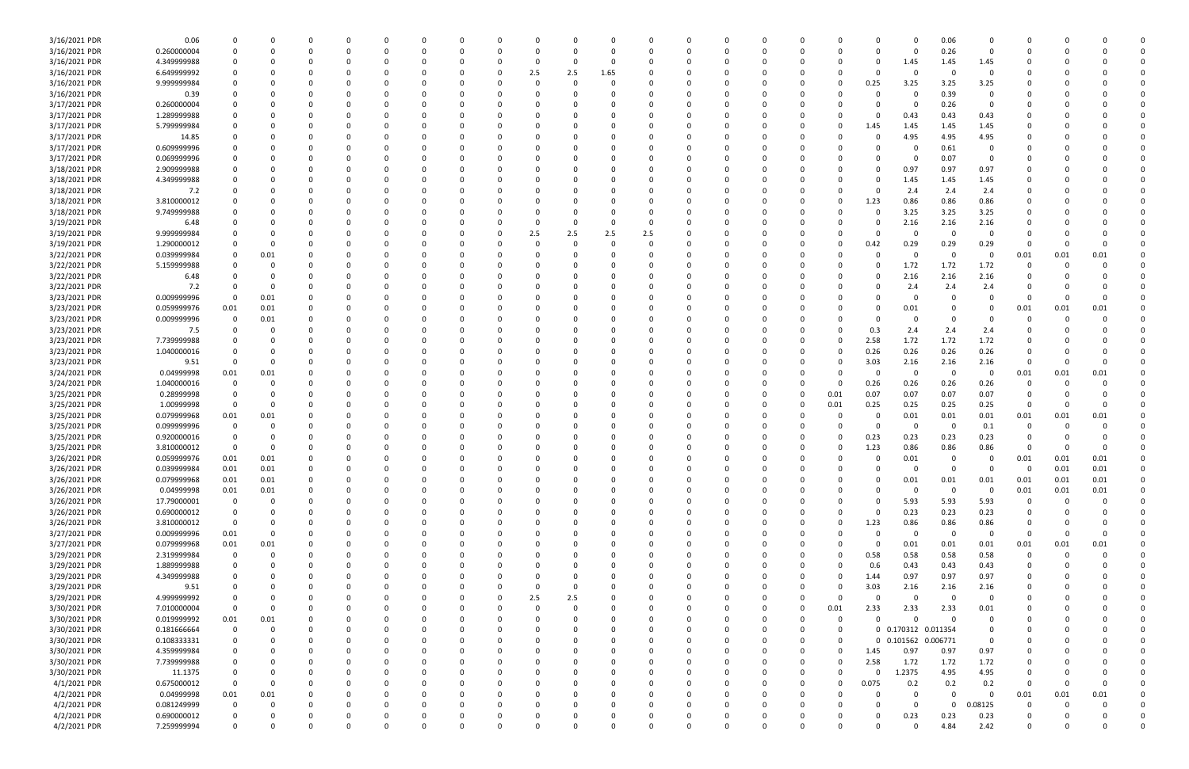| | | | | | | | | | | | | | | | | | | | | | | | | | | |
|---|---|---|---|---|---|---|---|---|---|---|---|---|---|---|---|---|---|---|---|---|---|---|---|---|---|---|---|
| 3/16/2021 | PDR | 0.06 | 0 | 0 | 0 | 0 | 0 | 0 | 0 | 0 | 0 | 0 | 0 | 0 | 0 | 0 | 0 | 0 | 0 | 0 | 0 | 0.06 | 0 | 0 | 0 | 0 | 0 |
| 3/16/2021 | PDR | 0.260000004 | 0 | 0 | 0 | 0 | 0 | 0 | 0 | 0 | 0 | 0 | 0 | 0 | 0 | 0 | 0 | 0 | 0 | 0 | 0 | 0.26 | 0 | 0 | 0 | 0 | 0 |
| 3/16/2021 | PDR | 4.349999988 | 0 | 0 | 0 | 0 | 0 | 0 | 0 | 0 | 0 | 0 | 0 | 0 | 0 | 0 | 0 | 0 | 0 | 0 | 1.45 | 1.45 | 1.45 | 0 | 0 | 0 | 0 |
| 3/16/2021 | PDR | 6.649999992 | 0 | 0 | 0 | 0 | 0 | 0 | 0 | 0 | 2.5 | 2.5 | 1.65 | 0 | 0 | 0 | 0 | 0 | 0 | 0 | 0 | 0 | 0 | 0 | 0 | 0 | 0 |
| 3/16/2021 | PDR | 9.999999984 | 0 | 0 | 0 | 0 | 0 | 0 | 0 | 0 | 0 | 0 | 0 | 0 | 0 | 0 | 0 | 0 | 0 | 0.25 | 3.25 | 3.25 | 3.25 | 0 | 0 | 0 | 0 |
| 3/16/2021 | PDR | 0.39 | 0 | 0 | 0 | 0 | 0 | 0 | 0 | 0 | 0 | 0 | 0 | 0 | 0 | 0 | 0 | 0 | 0 | 0 | 0 | 0.39 | 0 | 0 | 0 | 0 | 0 |
| 3/17/2021 | PDR | 0.260000004 | 0 | 0 | 0 | 0 | 0 | 0 | 0 | 0 | 0 | 0 | 0 | 0 | 0 | 0 | 0 | 0 | 0 | 0 | 0 | 0.26 | 0 | 0 | 0 | 0 | 0 |
| 3/17/2021 | PDR | 1.289999988 | 0 | 0 | 0 | 0 | 0 | 0 | 0 | 0 | 0 | 0 | 0 | 0 | 0 | 0 | 0 | 0 | 0 | 0 | 0.43 | 0.43 | 0.43 | 0 | 0 | 0 | 0 |
| 3/17/2021 | PDR | 5.799999984 | 0 | 0 | 0 | 0 | 0 | 0 | 0 | 0 | 0 | 0 | 0 | 0 | 0 | 0 | 0 | 0 | 0 | 1.45 | 1.45 | 1.45 | 1.45 | 0 | 0 | 0 | 0 |
| 3/17/2021 | PDR | 14.85 | 0 | 0 | 0 | 0 | 0 | 0 | 0 | 0 | 0 | 0 | 0 | 0 | 0 | 0 | 0 | 0 | 0 | 0 | 4.95 | 4.95 | 4.95 | 0 | 0 | 0 | 0 |
| 3/17/2021 | PDR | 0.609999996 | 0 | 0 | 0 | 0 | 0 | 0 | 0 | 0 | 0 | 0 | 0 | 0 | 0 | 0 | 0 | 0 | 0 | 0 | 0 | 0.61 | 0 | 0 | 0 | 0 | 0 |
| 3/17/2021 | PDR | 0.069999996 | 0 | 0 | 0 | 0 | 0 | 0 | 0 | 0 | 0 | 0 | 0 | 0 | 0 | 0 | 0 | 0 | 0 | 0 | 0 | 0.07 | 0 | 0 | 0 | 0 | 0 |
| 3/18/2021 | PDR | 2.909999988 | 0 | 0 | 0 | 0 | 0 | 0 | 0 | 0 | 0 | 0 | 0 | 0 | 0 | 0 | 0 | 0 | 0 | 0 | 0.97 | 0.97 | 0.97 | 0 | 0 | 0 | 0 |
| 3/18/2021 | PDR | 4.349999988 | 0 | 0 | 0 | 0 | 0 | 0 | 0 | 0 | 0 | 0 | 0 | 0 | 0 | 0 | 0 | 0 | 0 | 0 | 1.45 | 1.45 | 1.45 | 0 | 0 | 0 | 0 |
| 3/18/2021 | PDR | 7.2 | 0 | 0 | 0 | 0 | 0 | 0 | 0 | 0 | 0 | 0 | 0 | 0 | 0 | 0 | 0 | 0 | 0 | 0 | 2.4 | 2.4 | 2.4 | 0 | 0 | 0 | 0 |
| 3/18/2021 | PDR | 3.810000012 | 0 | 0 | 0 | 0 | 0 | 0 | 0 | 0 | 0 | 0 | 0 | 0 | 0 | 0 | 0 | 0 | 0 | 1.23 | 0.86 | 0.86 | 0.86 | 0 | 0 | 0 | 0 |
| 3/18/2021 | PDR | 9.749999988 | 0 | 0 | 0 | 0 | 0 | 0 | 0 | 0 | 0 | 0 | 0 | 0 | 0 | 0 | 0 | 0 | 0 | 0 | 3.25 | 3.25 | 3.25 | 0 | 0 | 0 | 0 |
| 3/19/2021 | PDR | 6.48 | 0 | 0 | 0 | 0 | 0 | 0 | 0 | 0 | 0 | 0 | 0 | 0 | 0 | 0 | 0 | 0 | 0 | 0 | 2.16 | 2.16 | 2.16 | 0 | 0 | 0 | 0 |
| 3/19/2021 | PDR | 9.999999984 | 0 | 0 | 0 | 0 | 0 | 0 | 0 | 0 | 2.5 | 2.5 | 2.5 | 2.5 | 0 | 0 | 0 | 0 | 0 | 0 | 0 | 0 | 0 | 0 | 0 | 0 | 0 |
| 3/19/2021 | PDR | 1.290000012 | 0 | 0 | 0 | 0 | 0 | 0 | 0 | 0 | 0 | 0 | 0 | 0 | 0 | 0 | 0 | 0 | 0 | 0.42 | 0.29 | 0.29 | 0.29 | 0 | 0 | 0 | 0 |
| 3/22/2021 | PDR | 0.039999984 | 0 | 0.01 | 0 | 0 | 0 | 0 | 0 | 0 | 0 | 0 | 0 | 0 | 0 | 0 | 0 | 0 | 0 | 0 | 0 | 0 | 0 | 0.01 | 0.01 | 0.01 | 0 |
| 3/22/2021 | PDR | 5.159999988 | 0 | 0 | 0 | 0 | 0 | 0 | 0 | 0 | 0 | 0 | 0 | 0 | 0 | 0 | 0 | 0 | 0 | 0 | 1.72 | 1.72 | 1.72 | 0 | 0 | 0 | 0 |
| 3/22/2021 | PDR | 6.48 | 0 | 0 | 0 | 0 | 0 | 0 | 0 | 0 | 0 | 0 | 0 | 0 | 0 | 0 | 0 | 0 | 0 | 0 | 2.16 | 2.16 | 2.16 | 0 | 0 | 0 | 0 |
| 3/22/2021 | PDR | 7.2 | 0 | 0 | 0 | 0 | 0 | 0 | 0 | 0 | 0 | 0 | 0 | 0 | 0 | 0 | 0 | 0 | 0 | 0 | 2.4 | 2.4 | 2.4 | 0 | 0 | 0 | 0 |
| 3/23/2021 | PDR | 0.009999996 | 0 | 0.01 | 0 | 0 | 0 | 0 | 0 | 0 | 0 | 0 | 0 | 0 | 0 | 0 | 0 | 0 | 0 | 0 | 0 | 0 | 0 | 0 | 0 | 0 | 0 |
| 3/23/2021 | PDR | 0.059999976 | 0.01 | 0.01 | 0 | 0 | 0 | 0 | 0 | 0 | 0 | 0 | 0 | 0 | 0 | 0 | 0 | 0 | 0 | 0 | 0.01 | 0 | 0 | 0.01 | 0.01 | 0.01 | 0 |
| 3/23/2021 | PDR | 0.009999996 | 0 | 0.01 | 0 | 0 | 0 | 0 | 0 | 0 | 0 | 0 | 0 | 0 | 0 | 0 | 0 | 0 | 0 | 0 | 0 | 0 | 0 | 0 | 0 | 0 | 0 |
| 3/23/2021 | PDR | 7.5 | 0 | 0 | 0 | 0 | 0 | 0 | 0 | 0 | 0 | 0 | 0 | 0 | 0 | 0 | 0 | 0 | 0 | 0.3 | 2.4 | 2.4 | 2.4 | 0 | 0 | 0 | 0 |
| 3/23/2021 | PDR | 7.739999988 | 0 | 0 | 0 | 0 | 0 | 0 | 0 | 0 | 0 | 0 | 0 | 0 | 0 | 0 | 0 | 0 | 0 | 2.58 | 1.72 | 1.72 | 1.72 | 0 | 0 | 0 | 0 |
| 3/23/2021 | PDR | 1.040000016 | 0 | 0 | 0 | 0 | 0 | 0 | 0 | 0 | 0 | 0 | 0 | 0 | 0 | 0 | 0 | 0 | 0 | 0.26 | 0.26 | 0.26 | 0.26 | 0 | 0 | 0 | 0 |
| 3/23/2021 | PDR | 9.51 | 0 | 0 | 0 | 0 | 0 | 0 | 0 | 0 | 0 | 0 | 0 | 0 | 0 | 0 | 0 | 0 | 0 | 3.03 | 2.16 | 2.16 | 2.16 | 0 | 0 | 0 | 0 |
| 3/24/2021 | PDR | 0.04999998 | 0.01 | 0.01 | 0 | 0 | 0 | 0 | 0 | 0 | 0 | 0 | 0 | 0 | 0 | 0 | 0 | 0 | 0 | 0 | 0 | 0 | 0 | 0.01 | 0.01 | 0.01 | 0 |
| 3/24/2021 | PDR | 1.040000016 | 0 | 0 | 0 | 0 | 0 | 0 | 0 | 0 | 0 | 0 | 0 | 0 | 0 | 0 | 0 | 0 | 0 | 0.26 | 0.26 | 0.26 | 0.26 | 0 | 0 | 0 | 0 |
| 3/25/2021 | PDR | 0.28999998 | 0 | 0 | 0 | 0 | 0 | 0 | 0 | 0 | 0 | 0 | 0 | 0 | 0 | 0 | 0 | 0 | 0.01 | 0.07 | 0.07 | 0.07 | 0.07 | 0 | 0 | 0 | 0 |
| 3/25/2021 | PDR | 1.00999998 | 0 | 0 | 0 | 0 | 0 | 0 | 0 | 0 | 0 | 0 | 0 | 0 | 0 | 0 | 0 | 0 | 0.01 | 0.25 | 0.25 | 0.25 | 0.25 | 0 | 0 | 0 | 0 |
| 3/25/2021 | PDR | 0.079999968 | 0.01 | 0.01 | 0 | 0 | 0 | 0 | 0 | 0 | 0 | 0 | 0 | 0 | 0 | 0 | 0 | 0 | 0 | 0 | 0.01 | 0.01 | 0.01 | 0.01 | 0.01 | 0.01 | 0 |
| 3/25/2021 | PDR | 0.099999996 | 0 | 0 | 0 | 0 | 0 | 0 | 0 | 0 | 0 | 0 | 0 | 0 | 0 | 0 | 0 | 0 | 0 | 0 | 0 | 0 | 0.1 | 0 | 0 | 0 | 0 |
| 3/25/2021 | PDR | 0.920000016 | 0 | 0 | 0 | 0 | 0 | 0 | 0 | 0 | 0 | 0 | 0 | 0 | 0 | 0 | 0 | 0 | 0 | 0.23 | 0.23 | 0.23 | 0.23 | 0 | 0 | 0 | 0 |
| 3/25/2021 | PDR | 3.810000012 | 0 | 0 | 0 | 0 | 0 | 0 | 0 | 0 | 0 | 0 | 0 | 0 | 0 | 0 | 0 | 0 | 0 | 1.23 | 0.86 | 0.86 | 0.86 | 0 | 0 | 0 | 0 |
| 3/26/2021 | PDR | 0.059999976 | 0.01 | 0.01 | 0 | 0 | 0 | 0 | 0 | 0 | 0 | 0 | 0 | 0 | 0 | 0 | 0 | 0 | 0 | 0 | 0.01 | 0 | 0 | 0.01 | 0.01 | 0.01 | 0 |
| 3/26/2021 | PDR | 0.039999984 | 0.01 | 0.01 | 0 | 0 | 0 | 0 | 0 | 0 | 0 | 0 | 0 | 0 | 0 | 0 | 0 | 0 | 0 | 0 | 0 | 0 | 0 | 0 | 0.01 | 0.01 | 0 |
| 3/26/2021 | PDR | 0.079999968 | 0.01 | 0.01 | 0 | 0 | 0 | 0 | 0 | 0 | 0 | 0 | 0 | 0 | 0 | 0 | 0 | 0 | 0 | 0 | 0.01 | 0.01 | 0.01 | 0.01 | 0.01 | 0.01 | 0 |
| 3/26/2021 | PDR | 0.04999998 | 0.01 | 0.01 | 0 | 0 | 0 | 0 | 0 | 0 | 0 | 0 | 0 | 0 | 0 | 0 | 0 | 0 | 0 | 0 | 0 | 0 | 0 | 0.01 | 0.01 | 0.01 | 0 |
| 3/26/2021 | PDR | 17.79000001 | 0 | 0 | 0 | 0 | 0 | 0 | 0 | 0 | 0 | 0 | 0 | 0 | 0 | 0 | 0 | 0 | 0 | 0 | 5.93 | 5.93 | 5.93 | 0 | 0 | 0 | 0 |
| 3/26/2021 | PDR | 0.690000012 | 0 | 0 | 0 | 0 | 0 | 0 | 0 | 0 | 0 | 0 | 0 | 0 | 0 | 0 | 0 | 0 | 0 | 0 | 0.23 | 0.23 | 0.23 | 0 | 0 | 0 | 0 |
| 3/26/2021 | PDR | 3.810000012 | 0 | 0 | 0 | 0 | 0 | 0 | 0 | 0 | 0 | 0 | 0 | 0 | 0 | 0 | 0 | 0 | 0 | 1.23 | 0.86 | 0.86 | 0.86 | 0 | 0 | 0 | 0 |
| 3/27/2021 | PDR | 0.009999996 | 0.01 | 0 | 0 | 0 | 0 | 0 | 0 | 0 | 0 | 0 | 0 | 0 | 0 | 0 | 0 | 0 | 0 | 0 | 0 | 0 | 0 | 0 | 0 | 0 | 0 |
| 3/27/2021 | PDR | 0.079999968 | 0.01 | 0.01 | 0 | 0 | 0 | 0 | 0 | 0 | 0 | 0 | 0 | 0 | 0 | 0 | 0 | 0 | 0 | 0 | 0.01 | 0.01 | 0.01 | 0.01 | 0.01 | 0.01 | 0 |
| 3/29/2021 | PDR | 2.319999984 | 0 | 0 | 0 | 0 | 0 | 0 | 0 | 0 | 0 | 0 | 0 | 0 | 0 | 0 | 0 | 0 | 0 | 0.58 | 0.58 | 0.58 | 0.58 | 0 | 0 | 0 | 0 |
| 3/29/2021 | PDR | 1.889999988 | 0 | 0 | 0 | 0 | 0 | 0 | 0 | 0 | 0 | 0 | 0 | 0 | 0 | 0 | 0 | 0 | 0 | 0.6 | 0.43 | 0.43 | 0.43 | 0 | 0 | 0 | 0 |
| 3/29/2021 | PDR | 4.349999988 | 0 | 0 | 0 | 0 | 0 | 0 | 0 | 0 | 0 | 0 | 0 | 0 | 0 | 0 | 0 | 0 | 0 | 1.44 | 0.97 | 0.97 | 0.97 | 0 | 0 | 0 | 0 |
| 3/29/2021 | PDR | 9.51 | 0 | 0 | 0 | 0 | 0 | 0 | 0 | 0 | 0 | 0 | 0 | 0 | 0 | 0 | 0 | 0 | 0 | 3.03 | 2.16 | 2.16 | 2.16 | 0 | 0 | 0 | 0 |
| 3/29/2021 | PDR | 4.999999992 | 0 | 0 | 0 | 0 | 0 | 0 | 0 | 0 | 2.5 | 2.5 | 0 | 0 | 0 | 0 | 0 | 0 | 0 | 0 | 0 | 0 | 0 | 0 | 0 | 0 | 0 |
| 3/30/2021 | PDR | 7.010000004 | 0 | 0 | 0 | 0 | 0 | 0 | 0 | 0 | 0 | 0 | 0 | 0 | 0 | 0 | 0 | 0 | 0.01 | 2.33 | 2.33 | 2.33 | 0.01 | 0 | 0 | 0 | 0 |
| 3/30/2021 | PDR | 0.019999992 | 0.01 | 0.01 | 0 | 0 | 0 | 0 | 0 | 0 | 0 | 0 | 0 | 0 | 0 | 0 | 0 | 0 | 0 | 0 | 0 | 0 | 0 | 0 | 0 | 0 | 0 |
| 3/30/2021 | PDR | 0.181666664 | 0 | 0 | 0 | 0 | 0 | 0 | 0 | 0 | 0 | 0 | 0 | 0 | 0 | 0 | 0 | 0 | 0 | 0 | 0.170312 | 0.011354 | 0 | 0 | 0 | 0 | 0 |
| 3/30/2021 | PDR | 0.108333331 | 0 | 0 | 0 | 0 | 0 | 0 | 0 | 0 | 0 | 0 | 0 | 0 | 0 | 0 | 0 | 0 | 0 | 0 | 0.101562 | 0.006771 | 0 | 0 | 0 | 0 | 0 |
| 3/30/2021 | PDR | 4.359999984 | 0 | 0 | 0 | 0 | 0 | 0 | 0 | 0 | 0 | 0 | 0 | 0 | 0 | 0 | 0 | 0 | 0 | 1.45 | 0.97 | 0.97 | 0.97 | 0 | 0 | 0 | 0 |
| 3/30/2021 | PDR | 7.739999988 | 0 | 0 | 0 | 0 | 0 | 0 | 0 | 0 | 0 | 0 | 0 | 0 | 0 | 0 | 0 | 0 | 0 | 2.58 | 1.72 | 1.72 | 1.72 | 0 | 0 | 0 | 0 |
| 3/30/2021 | PDR | 11.1375 | 0 | 0 | 0 | 0 | 0 | 0 | 0 | 0 | 0 | 0 | 0 | 0 | 0 | 0 | 0 | 0 | 0 | 0 | 1.2375 | 4.95 | 4.95 | 0 | 0 | 0 | 0 |
| 4/1/2021 | PDR | 0.675000012 | 0 | 0 | 0 | 0 | 0 | 0 | 0 | 0 | 0 | 0 | 0 | 0 | 0 | 0 | 0 | 0 | 0 | 0.075 | 0.2 | 0.2 | 0.2 | 0 | 0 | 0 | 0 |
| 4/2/2021 | PDR | 0.04999998 | 0.01 | 0.01 | 0 | 0 | 0 | 0 | 0 | 0 | 0 | 0 | 0 | 0 | 0 | 0 | 0 | 0 | 0 | 0 | 0 | 0 | 0 | 0.01 | 0.01 | 0.01 | 0 |
| 4/2/2021 | PDR | 0.081249999 | 0 | 0 | 0 | 0 | 0 | 0 | 0 | 0 | 0 | 0 | 0 | 0 | 0 | 0 | 0 | 0 | 0 | 0 | 0 | 0 | 0.08125 | 0 | 0 | 0 | 0 |
| 4/2/2021 | PDR | 0.690000012 | 0 | 0 | 0 | 0 | 0 | 0 | 0 | 0 | 0 | 0 | 0 | 0 | 0 | 0 | 0 | 0 | 0 | 0 | 0.23 | 0.23 | 0.23 | 0 | 0 | 0 | 0 |
| 4/2/2021 | PDR | 7.259999994 | 0 | 0 | 0 | 0 | 0 | 0 | 0 | 0 | 0 | 0 | 0 | 0 | 0 | 0 | 0 | 0 | 0 | 0 | 0 | 4.84 | 2.42 | 0 | 0 | 0 | 0 |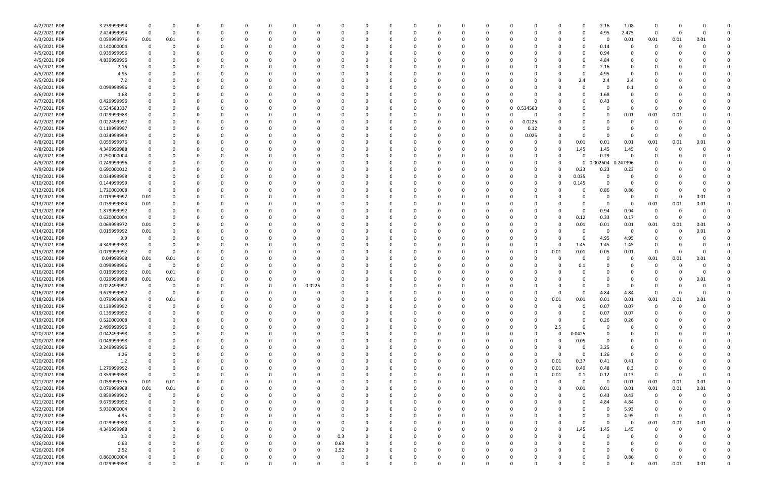| | | | | | | | | | | | | | | | | | | | | | | | | | | | |
|---|---|---|---|---|---|---|---|---|---|---|---|---|---|---|---|---|---|---|---|---|---|---|---|---|---|---|---|
| 4/2/2021 PDR | 3.239999994 | 0 | 0 | 0 | 0 | 0 | 0 | 0 | 0 | 0 | 0 | 0 | 0 | 0 | 0 | 0 | 0 | 0 | 0 | 0 | 0 | 2.16 | 1.08 | 0 | 0 | 0 | 0 |
| 4/2/2021 PDR | 7.424999994 | 0 | 0 | 0 | 0 | 0 | 0 | 0 | 0 | 0 | 0 | 0 | 0 | 0 | 0 | 0 | 0 | 0 | 0 | 0 | 0 | 4.95 | 2.475 | 0 | 0 | 0 | 0 |
| 4/3/2021 PDR | 0.059999976 | 0.01 | 0.01 | 0 | 0 | 0 | 0 | 0 | 0 | 0 | 0 | 0 | 0 | 0 | 0 | 0 | 0 | 0 | 0 | 0 | 0 | 0 | 0.01 | 0.01 | 0.01 | 0.01 | 0 |
| 4/5/2021 PDR | 0.140000004 | 0 | 0 | 0 | 0 | 0 | 0 | 0 | 0 | 0 | 0 | 0 | 0 | 0 | 0 | 0 | 0 | 0 | 0 | 0 | 0 | 0.14 | 0 | 0 | 0 | 0 | 0 |
| 4/5/2021 PDR | 0.939999996 | 0 | 0 | 0 | 0 | 0 | 0 | 0 | 0 | 0 | 0 | 0 | 0 | 0 | 0 | 0 | 0 | 0 | 0 | 0 | 0 | 0.94 | 0 | 0 | 0 | 0 | 0 |
| 4/5/2021 PDR | 4.839999996 | 0 | 0 | 0 | 0 | 0 | 0 | 0 | 0 | 0 | 0 | 0 | 0 | 0 | 0 | 0 | 0 | 0 | 0 | 0 | 0 | 4.84 | 0 | 0 | 0 | 0 | 0 |
| 4/5/2021 PDR | 2.16 | 0 | 0 | 0 | 0 | 0 | 0 | 0 | 0 | 0 | 0 | 0 | 0 | 0 | 0 | 0 | 0 | 0 | 0 | 0 | 0 | 2.16 | 0 | 0 | 0 | 0 | 0 |
| 4/5/2021 PDR | 4.95 | 0 | 0 | 0 | 0 | 0 | 0 | 0 | 0 | 0 | 0 | 0 | 0 | 0 | 0 | 0 | 0 | 0 | 0 | 0 | 0 | 4.95 | 0 | 0 | 0 | 0 | 0 |
| 4/5/2021 PDR | 7.2 | 0 | 0 | 0 | 0 | 0 | 0 | 0 | 0 | 0 | 0 | 0 | 0 | 0 | 0 | 0 | 0 | 0 | 0 | 0 | 2.4 | 2.4 | 2.4 | 0 | 0 | 0 | 0 |
| 4/6/2021 PDR | 0.099999996 | 0 | 0 | 0 | 0 | 0 | 0 | 0 | 0 | 0 | 0 | 0 | 0 | 0 | 0 | 0 | 0 | 0 | 0 | 0 | 0 | 0 | 0.1 | 0 | 0 | 0 | 0 |
| 4/6/2021 PDR | 1.68 | 0 | 0 | 0 | 0 | 0 | 0 | 0 | 0 | 0 | 0 | 0 | 0 | 0 | 0 | 0 | 0 | 0 | 0 | 0 | 0 | 1.68 | 0 | 0 | 0 | 0 | 0 |
| 4/7/2021 PDR | 0.429999996 | 0 | 0 | 0 | 0 | 0 | 0 | 0 | 0 | 0 | 0 | 0 | 0 | 0 | 0 | 0 | 0 | 0 | 0 | 0 | 0 | 0.43 | 0 | 0 | 0 | 0 | 0 |
| 4/7/2021 PDR | 0.534583337 | 0 | 0 | 0 | 0 | 0 | 0 | 0 | 0 | 0 | 0 | 0 | 0 | 0 | 0 | 0 | 0 | 0 | 0.534583 | 0 | 0 | 0 | 0 | 0 | 0 | 0 | 0 |
| 4/7/2021 PDR | 0.029999988 | 0 | 0 | 0 | 0 | 0 | 0 | 0 | 0 | 0 | 0 | 0 | 0 | 0 | 0 | 0 | 0 | 0 | 0 | 0 | 0 | 0 | 0.01 | 0.01 | 0.01 | 0 | 0 |
| 4/7/2021 PDR | 0.022499997 | 0 | 0 | 0 | 0 | 0 | 0 | 0 | 0 | 0 | 0 | 0 | 0 | 0 | 0 | 0 | 0 | 0 | 0.0225 | 0 | 0 | 0 | 0 | 0 | 0 | 0 | 0 |
| 4/7/2021 PDR | 0.119999997 | 0 | 0 | 0 | 0 | 0 | 0 | 0 | 0 | 0 | 0 | 0 | 0 | 0 | 0 | 0 | 0 | 0 | 0.12 | 0 | 0 | 0 | 0 | 0 | 0 | 0 | 0 |
| 4/7/2021 PDR | 0.024999999 | 0 | 0 | 0 | 0 | 0 | 0 | 0 | 0 | 0 | 0 | 0 | 0 | 0 | 0 | 0 | 0 | 0 | 0.025 | 0 | 0 | 0 | 0 | 0 | 0 | 0 | 0 |
| 4/8/2021 PDR | 0.059999976 | 0 | 0 | 0 | 0 | 0 | 0 | 0 | 0 | 0 | 0 | 0 | 0 | 0 | 0 | 0 | 0 | 0 | 0 | 0 | 0.01 | 0.01 | 0.01 | 0.01 | 0.01 | 0.01 | 0 |
| 4/8/2021 PDR | 4.349999988 | 0 | 0 | 0 | 0 | 0 | 0 | 0 | 0 | 0 | 0 | 0 | 0 | 0 | 0 | 0 | 0 | 0 | 0 | 0 | 1.45 | 1.45 | 1.45 | 0 | 0 | 0 | 0 |
| 4/8/2021 PDR | 0.290000004 | 0 | 0 | 0 | 0 | 0 | 0 | 0 | 0 | 0 | 0 | 0 | 0 | 0 | 0 | 0 | 0 | 0 | 0 | 0 | 0 | 0.29 | 0 | 0 | 0 | 0 | 0 |
| 4/9/2021 PDR | 0.249999996 | 0 | 0 | 0 | 0 | 0 | 0 | 0 | 0 | 0 | 0 | 0 | 0 | 0 | 0 | 0 | 0 | 0 | 0 | 0 | 0 | 0.002604 | 0.247396 | 0 | 0 | 0 | 0 |
| 4/9/2021 PDR | 0.690000012 | 0 | 0 | 0 | 0 | 0 | 0 | 0 | 0 | 0 | 0 | 0 | 0 | 0 | 0 | 0 | 0 | 0 | 0 | 0 | 0.23 | 0.23 | 0.23 | 0 | 0 | 0 | 0 |
| 4/10/2021 PDR | 0.034999998 | 0 | 0 | 0 | 0 | 0 | 0 | 0 | 0 | 0 | 0 | 0 | 0 | 0 | 0 | 0 | 0 | 0 | 0 | 0 | 0.035 | 0 | 0 | 0 | 0 | 0 | 0 |
| 4/10/2021 PDR | 0.144999999 | 0 | 0 | 0 | 0 | 0 | 0 | 0 | 0 | 0 | 0 | 0 | 0 | 0 | 0 | 0 | 0 | 0 | 0 | 0 | 0.145 | 0 | 0 | 0 | 0 | 0 | 0 |
| 4/12/2021 PDR | 1.720000008 | 0 | 0 | 0 | 0 | 0 | 0 | 0 | 0 | 0 | 0 | 0 | 0 | 0 | 0 | 0 | 0 | 0 | 0 | 0 | 0 | 0.86 | 0.86 | 0 | 0 | 0 | 0 |
| 4/13/2021 PDR | 0.019999992 | 0.01 | 0 | 0 | 0 | 0 | 0 | 0 | 0 | 0 | 0 | 0 | 0 | 0 | 0 | 0 | 0 | 0 | 0 | 0 | 0 | 0 | 0 | 0 | 0 | 0.01 | 0 |
| 4/13/2021 PDR | 0.039999984 | 0.01 | 0 | 0 | 0 | 0 | 0 | 0 | 0 | 0 | 0 | 0 | 0 | 0 | 0 | 0 | 0 | 0 | 0 | 0 | 0 | 0 | 0 | 0.01 | 0.01 | 0.01 | 0 |
| 4/13/2021 PDR | 1.879999992 | 0 | 0 | 0 | 0 | 0 | 0 | 0 | 0 | 0 | 0 | 0 | 0 | 0 | 0 | 0 | 0 | 0 | 0 | 0 | 0 | 0.94 | 0.94 | 0 | 0 | 0 | 0 |
| 4/14/2021 PDR | 0.620000004 | 0 | 0 | 0 | 0 | 0 | 0 | 0 | 0 | 0 | 0 | 0 | 0 | 0 | 0 | 0 | 0 | 0 | 0 | 0 | 0.12 | 0.33 | 0.17 | 0 | 0 | 0 | 0 |
| 4/14/2021 PDR | 0.069999972 | 0.01 | 0 | 0 | 0 | 0 | 0 | 0 | 0 | 0 | 0 | 0 | 0 | 0 | 0 | 0 | 0 | 0 | 0 | 0 | 0.01 | 0.01 | 0.01 | 0.01 | 0.01 | 0.01 | 0 |
| 4/14/2021 PDR | 0.019999992 | 0.01 | 0 | 0 | 0 | 0 | 0 | 0 | 0 | 0 | 0 | 0 | 0 | 0 | 0 | 0 | 0 | 0 | 0 | 0 | 0 | 0 | 0 | 0 | 0 | 0.01 | 0 |
| 4/14/2021 PDR | 9.9 | 0 | 0 | 0 | 0 | 0 | 0 | 0 | 0 | 0 | 0 | 0 | 0 | 0 | 0 | 0 | 0 | 0 | 0 | 0 | 0 | 4.95 | 4.95 | 0 | 0 | 0 | 0 |
| 4/15/2021 PDR | 4.349999988 | 0 | 0 | 0 | 0 | 0 | 0 | 0 | 0 | 0 | 0 | 0 | 0 | 0 | 0 | 0 | 0 | 0 | 0 | 0 | 1.45 | 1.45 | 1.45 | 0 | 0 | 0 | 0 |
| 4/15/2021 PDR | 0.079999992 | 0 | 0 | 0 | 0 | 0 | 0 | 0 | 0 | 0 | 0 | 0 | 0 | 0 | 0 | 0 | 0 | 0 | 0 | 0.01 | 0.01 | 0.05 | 0.01 | 0 | 0 | 0 | 0 |
| 4/15/2021 PDR | 0.04999998 | 0.01 | 0.01 | 0 | 0 | 0 | 0 | 0 | 0 | 0 | 0 | 0 | 0 | 0 | 0 | 0 | 0 | 0 | 0 | 0 | 0 | 0 | 0 | 0.01 | 0.01 | 0.01 | 0 |
| 4/15/2021 PDR | 0.099999996 | 0 | 0 | 0 | 0 | 0 | 0 | 0 | 0 | 0 | 0 | 0 | 0 | 0 | 0 | 0 | 0 | 0 | 0 | 0 | 0.1 | 0 | 0 | 0 | 0 | 0 | 0 |
| 4/16/2021 PDR | 0.019999992 | 0.01 | 0.01 | 0 | 0 | 0 | 0 | 0 | 0 | 0 | 0 | 0 | 0 | 0 | 0 | 0 | 0 | 0 | 0 | 0 | 0 | 0 | 0 | 0 | 0 | 0 | 0 |
| 4/16/2021 PDR | 0.029999988 | 0.01 | 0.01 | 0 | 0 | 0 | 0 | 0 | 0 | 0 | 0 | 0 | 0 | 0 | 0 | 0 | 0 | 0 | 0 | 0 | 0 | 0 | 0 | 0 | 0 | 0.01 | 0 |
| 4/16/2021 PDR | 0.022499997 | 0 | 0 | 0 | 0 | 0 | 0 | 0 | 0 | 0.0225 | 0 | 0 | 0 | 0 | 0 | 0 | 0 | 0 | 0 | 0 | 0 | 0 | 0 | 0 | 0 | 0 | 0 |
| 4/16/2021 PDR | 9.679999992 | 0 | 0 | 0 | 0 | 0 | 0 | 0 | 0 | 0 | 0 | 0 | 0 | 0 | 0 | 0 | 0 | 0 | 0 | 0 | 0 | 4.84 | 4.84 | 0 | 0 | 0 | 0 |
| 4/18/2021 PDR | 0.079999968 | 0 | 0.01 | 0 | 0 | 0 | 0 | 0 | 0 | 0 | 0 | 0 | 0 | 0 | 0 | 0 | 0 | 0 | 0 | 0.01 | 0.01 | 0.01 | 0.01 | 0.01 | 0.01 | 0.01 | 0 |
| 4/19/2021 PDR | 0.139999992 | 0 | 0 | 0 | 0 | 0 | 0 | 0 | 0 | 0 | 0 | 0 | 0 | 0 | 0 | 0 | 0 | 0 | 0 | 0 | 0 | 0.07 | 0.07 | 0 | 0 | 0 | 0 |
| 4/19/2021 PDR | 0.139999992 | 0 | 0 | 0 | 0 | 0 | 0 | 0 | 0 | 0 | 0 | 0 | 0 | 0 | 0 | 0 | 0 | 0 | 0 | 0 | 0 | 0.07 | 0.07 | 0 | 0 | 0 | 0 |
| 4/19/2021 PDR | 0.520000008 | 0 | 0 | 0 | 0 | 0 | 0 | 0 | 0 | 0 | 0 | 0 | 0 | 0 | 0 | 0 | 0 | 0 | 0 | 0 | 0 | 0.26 | 0.26 | 0 | 0 | 0 | 0 |
| 4/19/2021 PDR | 2.499999996 | 0 | 0 | 0 | 0 | 0 | 0 | 0 | 0 | 0 | 0 | 0 | 0 | 0 | 0 | 0 | 0 | 0 | 0 | 2.5 | 0 | 0 | 0 | 0 | 0 | 0 | 0 |
| 4/20/2021 PDR | 0.042499998 | 0 | 0 | 0 | 0 | 0 | 0 | 0 | 0 | 0 | 0 | 0 | 0 | 0 | 0 | 0 | 0 | 0 | 0 | 0 | 0.0425 | 0 | 0 | 0 | 0 | 0 | 0 |
| 4/20/2021 PDR | 0.049999998 | 0 | 0 | 0 | 0 | 0 | 0 | 0 | 0 | 0 | 0 | 0 | 0 | 0 | 0 | 0 | 0 | 0 | 0 | 0 | 0.05 | 0 | 0 | 0 | 0 | 0 | 0 |
| 4/20/2021 PDR | 3.249999996 | 0 | 0 | 0 | 0 | 0 | 0 | 0 | 0 | 0 | 0 | 0 | 0 | 0 | 0 | 0 | 0 | 0 | 0 | 0 | 0 | 3.25 | 0 | 0 | 0 | 0 | 0 |
| 4/20/2021 PDR | 1.26 | 0 | 0 | 0 | 0 | 0 | 0 | 0 | 0 | 0 | 0 | 0 | 0 | 0 | 0 | 0 | 0 | 0 | 0 | 0 | 0 | 1.26 | 0 | 0 | 0 | 0 | 0 |
| 4/20/2021 PDR | 1.2 | 0 | 0 | 0 | 0 | 0 | 0 | 0 | 0 | 0 | 0 | 0 | 0 | 0 | 0 | 0 | 0 | 0 | 0 | 0.01 | 0.37 | 0.41 | 0.41 | 0 | 0 | 0 | 0 |
| 4/20/2021 PDR | 1.279999992 | 0 | 0 | 0 | 0 | 0 | 0 | 0 | 0 | 0 | 0 | 0 | 0 | 0 | 0 | 0 | 0 | 0 | 0 | 0.01 | 0.49 | 0.48 | 0.3 | 0 | 0 | 0 | 0 |
| 4/20/2021 PDR | 0.359999988 | 0 | 0 | 0 | 0 | 0 | 0 | 0 | 0 | 0 | 0 | 0 | 0 | 0 | 0 | 0 | 0 | 0 | 0 | 0.01 | 0.1 | 0.12 | 0.13 | 0 | 0 | 0 | 0 |
| 4/21/2021 PDR | 0.059999976 | 0.01 | 0.01 | 0 | 0 | 0 | 0 | 0 | 0 | 0 | 0 | 0 | 0 | 0 | 0 | 0 | 0 | 0 | 0 | 0 | 0 | 0 | 0.01 | 0.01 | 0.01 | 0.01 | 0 |
| 4/21/2021 PDR | 0.079999968 | 0.01 | 0.01 | 0 | 0 | 0 | 0 | 0 | 0 | 0 | 0 | 0 | 0 | 0 | 0 | 0 | 0 | 0 | 0 | 0 | 0.01 | 0.01 | 0.01 | 0.01 | 0.01 | 0.01 | 0 |
| 4/21/2021 PDR | 0.859999992 | 0 | 0 | 0 | 0 | 0 | 0 | 0 | 0 | 0 | 0 | 0 | 0 | 0 | 0 | 0 | 0 | 0 | 0 | 0 | 0 | 0.43 | 0.43 | 0 | 0 | 0 | 0 |
| 4/21/2021 PDR | 9.679999992 | 0 | 0 | 0 | 0 | 0 | 0 | 0 | 0 | 0 | 0 | 0 | 0 | 0 | 0 | 0 | 0 | 0 | 0 | 0 | 0 | 4.84 | 4.84 | 0 | 0 | 0 | 0 |
| 4/22/2021 PDR | 5.930000004 | 0 | 0 | 0 | 0 | 0 | 0 | 0 | 0 | 0 | 0 | 0 | 0 | 0 | 0 | 0 | 0 | 0 | 0 | 0 | 0 | 0 | 5.93 | 0 | 0 | 0 | 0 |
| 4/22/2021 PDR | 4.95 | 0 | 0 | 0 | 0 | 0 | 0 | 0 | 0 | 0 | 0 | 0 | 0 | 0 | 0 | 0 | 0 | 0 | 0 | 0 | 0 | 0 | 4.95 | 0 | 0 | 0 | 0 |
| 4/23/2021 PDR | 0.029999988 | 0 | 0 | 0 | 0 | 0 | 0 | 0 | 0 | 0 | 0 | 0 | 0 | 0 | 0 | 0 | 0 | 0 | 0 | 0 | 0 | 0 | 0 | 0.01 | 0.01 | 0.01 | 0 |
| 4/23/2021 PDR | 4.349999988 | 0 | 0 | 0 | 0 | 0 | 0 | 0 | 0 | 0 | 0 | 0 | 0 | 0 | 0 | 0 | 0 | 0 | 0 | 0 | 1.45 | 1.45 | 1.45 | 0 | 0 | 0 | 0 |
| 4/26/2021 PDR | 0.3 | 0 | 0 | 0 | 0 | 0 | 0 | 0 | 0 | 0 | 0.3 | 0 | 0 | 0 | 0 | 0 | 0 | 0 | 0 | 0 | 0 | 0 | 0 | 0 | 0 | 0 | 0 |
| 4/26/2021 PDR | 0.63 | 0 | 0 | 0 | 0 | 0 | 0 | 0 | 0 | 0 | 0.63 | 0 | 0 | 0 | 0 | 0 | 0 | 0 | 0 | 0 | 0 | 0 | 0 | 0 | 0 | 0 | 0 |
| 4/26/2021 PDR | 2.52 | 0 | 0 | 0 | 0 | 0 | 0 | 0 | 0 | 0 | 2.52 | 0 | 0 | 0 | 0 | 0 | 0 | 0 | 0 | 0 | 0 | 0 | 0 | 0 | 0 | 0 | 0 |
| 4/26/2021 PDR | 0.860000004 | 0 | 0 | 0 | 0 | 0 | 0 | 0 | 0 | 0 | 0 | 0 | 0 | 0 | 0 | 0 | 0 | 0 | 0 | 0 | 0 | 0 | 0.86 | 0 | 0 | 0 | 0 |
| 4/27/2021 PDR | 0.029999988 | 0 | 0 | 0 | 0 | 0 | 0 | 0 | 0 | 0 | 0 | 0 | 0 | 0 | 0 | 0 | 0 | 0 | 0 | 0 | 0 | 0 | 0 | 0.01 | 0.01 | 0.01 | 0 |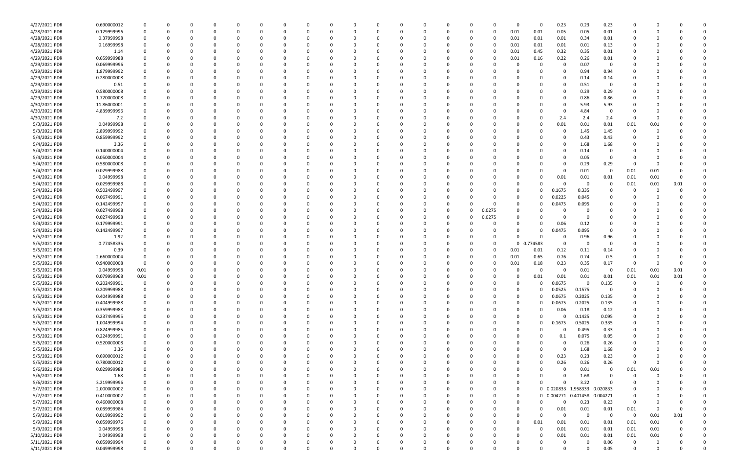| | | | | | | | | | | | | | | | | | | | | | | | | | |
|---|---|---|---|---|---|---|---|---|---|---|---|---|---|---|---|---|---|---|---|---|---|---|---|---|---|
| 4/27/2021 PDR | 0.690000012 | 0 | 0 | 0 | 0 | 0 | 0 | 0 | 0 | 0 | 0 | 0 | 0 | 0 | 0 | 0 | 0 | 0 | 0.23 | 0.23 | 0.23 | 0 | 0 | 0 | 0 |
| 4/28/2021 PDR | 0.129999996 | 0 | 0 | 0 | 0 | 0 | 0 | 0 | 0 | 0 | 0 | 0 | 0 | 0 | 0 | 0 | 0.01 | 0.01 | 0.05 | 0.05 | 0.01 | 0 | 0 | 0 | 0 |
| 4/28/2021 PDR | 0.37999998 | 0 | 0 | 0 | 0 | 0 | 0 | 0 | 0 | 0 | 0 | 0 | 0 | 0 | 0 | 0 | 0.01 | 0.01 | 0.01 | 0.34 | 0.01 | 0 | 0 | 0 | 0 |
| 4/28/2021 PDR | 0.16999998 | 0 | 0 | 0 | 0 | 0 | 0 | 0 | 0 | 0 | 0 | 0 | 0 | 0 | 0 | 0 | 0.01 | 0.01 | 0.01 | 0.01 | 0.13 | 0 | 0 | 0 | 0 |
| 4/29/2021 PDR | 1.14 | 0 | 0 | 0 | 0 | 0 | 0 | 0 | 0 | 0 | 0 | 0 | 0 | 0 | 0 | 0 | 0.01 | 0.45 | 0.32 | 0.35 | 0.01 | 0 | 0 | 0 | 0 |
| 4/29/2021 PDR | 0.659999988 | 0 | 0 | 0 | 0 | 0 | 0 | 0 | 0 | 0 | 0 | 0 | 0 | 0 | 0 | 0 | 0.01 | 0.16 | 0.22 | 0.26 | 0.01 | 0 | 0 | 0 | 0 |
| 4/29/2021 PDR | 0.069999996 | 0 | 0 | 0 | 0 | 0 | 0 | 0 | 0 | 0 | 0 | 0 | 0 | 0 | 0 | 0 | 0 | 0 | 0 | 0.07 | 0 | 0 | 0 | 0 | 0 |
| 4/29/2021 PDR | 1.879999992 | 0 | 0 | 0 | 0 | 0 | 0 | 0 | 0 | 0 | 0 | 0 | 0 | 0 | 0 | 0 | 0 | 0 | 0 | 0.94 | 0.94 | 0 | 0 | 0 | 0 |
| 4/29/2021 PDR | 0.280000008 | 0 | 0 | 0 | 0 | 0 | 0 | 0 | 0 | 0 | 0 | 0 | 0 | 0 | 0 | 0 | 0 | 0 | 0 | 0.14 | 0.14 | 0 | 0 | 0 | 0 |
| 4/29/2021 PDR | 0.51 | 0 | 0 | 0 | 0 | 0 | 0 | 0 | 0 | 0 | 0 | 0 | 0 | 0 | 0 | 0 | 0 | 0 | 0 | 0.51 | 0 | 0 | 0 | 0 | 0 |
| 4/29/2021 PDR | 0.580000008 | 0 | 0 | 0 | 0 | 0 | 0 | 0 | 0 | 0 | 0 | 0 | 0 | 0 | 0 | 0 | 0 | 0 | 0 | 0.29 | 0.29 | 0 | 0 | 0 | 0 |
| 4/29/2021 PDR | 1.720000008 | 0 | 0 | 0 | 0 | 0 | 0 | 0 | 0 | 0 | 0 | 0 | 0 | 0 | 0 | 0 | 0 | 0 | 0 | 0.86 | 0.86 | 0 | 0 | 0 | 0 |
| 4/30/2021 PDR | 11.86000001 | 0 | 0 | 0 | 0 | 0 | 0 | 0 | 0 | 0 | 0 | 0 | 0 | 0 | 0 | 0 | 0 | 0 | 0 | 5.93 | 5.93 | 0 | 0 | 0 | 0 |
| 4/30/2021 PDR | 4.839999996 | 0 | 0 | 0 | 0 | 0 | 0 | 0 | 0 | 0 | 0 | 0 | 0 | 0 | 0 | 0 | 0 | 0 | 0 | 4.84 | 0 | 0 | 0 | 0 | 0 |
| 4/30/2021 PDR | 7.2 | 0 | 0 | 0 | 0 | 0 | 0 | 0 | 0 | 0 | 0 | 0 | 0 | 0 | 0 | 0 | 0 | 0 | 2.4 | 2.4 | 2.4 | 0 | 0 | 0 | 0 |
| 5/3/2021 PDR | 0.04999998 | 0 | 0 | 0 | 0 | 0 | 0 | 0 | 0 | 0 | 0 | 0 | 0 | 0 | 0 | 0 | 0 | 0 | 0.01 | 0.01 | 0.01 | 0.01 | 0.01 | 0 | 0 |
| 5/3/2021 PDR | 2.899999992 | 0 | 0 | 0 | 0 | 0 | 0 | 0 | 0 | 0 | 0 | 0 | 0 | 0 | 0 | 0 | 0 | 0 | 0 | 1.45 | 1.45 | 0 | 0 | 0 | 0 |
| 5/4/2021 PDR | 0.859999992 | 0 | 0 | 0 | 0 | 0 | 0 | 0 | 0 | 0 | 0 | 0 | 0 | 0 | 0 | 0 | 0 | 0 | 0 | 0.43 | 0.43 | 0 | 0 | 0 | 0 |
| 5/4/2021 PDR | 3.36 | 0 | 0 | 0 | 0 | 0 | 0 | 0 | 0 | 0 | 0 | 0 | 0 | 0 | 0 | 0 | 0 | 0 | 0 | 1.68 | 1.68 | 0 | 0 | 0 | 0 |
| 5/4/2021 PDR | 0.140000004 | 0 | 0 | 0 | 0 | 0 | 0 | 0 | 0 | 0 | 0 | 0 | 0 | 0 | 0 | 0 | 0 | 0 | 0 | 0.14 | 0 | 0 | 0 | 0 | 0 |
| 5/4/2021 PDR | 0.050000004 | 0 | 0 | 0 | 0 | 0 | 0 | 0 | 0 | 0 | 0 | 0 | 0 | 0 | 0 | 0 | 0 | 0 | 0 | 0.05 | 0 | 0 | 0 | 0 | 0 |
| 5/4/2021 PDR | 0.580000008 | 0 | 0 | 0 | 0 | 0 | 0 | 0 | 0 | 0 | 0 | 0 | 0 | 0 | 0 | 0 | 0 | 0 | 0 | 0.29 | 0.29 | 0 | 0 | 0 | 0 |
| 5/4/2021 PDR | 0.029999988 | 0 | 0 | 0 | 0 | 0 | 0 | 0 | 0 | 0 | 0 | 0 | 0 | 0 | 0 | 0 | 0 | 0 | 0 | 0.01 | 0 | 0.01 | 0.01 | 0 | 0 |
| 5/4/2021 PDR | 0.04999998 | 0 | 0 | 0 | 0 | 0 | 0 | 0 | 0 | 0 | 0 | 0 | 0 | 0 | 0 | 0 | 0 | 0 | 0.01 | 0.01 | 0.01 | 0.01 | 0.01 | 0 | 0 |
| 5/4/2021 PDR | 0.029999988 | 0 | 0 | 0 | 0 | 0 | 0 | 0 | 0 | 0 | 0 | 0 | 0 | 0 | 0 | 0 | 0 | 0 | 0 | 0 | 0 | 0.01 | 0.01 | 0.01 | 0 |
| 5/4/2021 PDR | 0.502499997 | 0 | 0 | 0 | 0 | 0 | 0 | 0 | 0 | 0 | 0 | 0 | 0 | 0 | 0 | 0 | 0 | 0 | 0.1675 | 0.335 | 0 | 0 | 0 | 0 | 0 |
| 5/4/2021 PDR | 0.067499991 | 0 | 0 | 0 | 0 | 0 | 0 | 0 | 0 | 0 | 0 | 0 | 0 | 0 | 0 | 0 | 0 | 0 | 0.0225 | 0.045 | 0 | 0 | 0 | 0 | 0 |
| 5/4/2021 PDR | 0.142499997 | 0 | 0 | 0 | 0 | 0 | 0 | 0 | 0 | 0 | 0 | 0 | 0 | 0 | 0 | 0 | 0 | 0 | 0.0475 | 0.095 | 0 | 0 | 0 | 0 | 0 |
| 5/4/2021 PDR | 0.027499998 | 0 | 0 | 0 | 0 | 0 | 0 | 0 | 0 | 0 | 0 | 0 | 0 | 0 | 0 | 0.0275 | 0 | 0 | 0 | 0 | 0 | 0 | 0 | 0 | 0 |
| 5/4/2021 PDR | 0.027499998 | 0 | 0 | 0 | 0 | 0 | 0 | 0 | 0 | 0 | 0 | 0 | 0 | 0 | 0 | 0.0275 | 0 | 0 | 0 | 0 | 0 | 0 | 0 | 0 | 0 |
| 5/4/2021 PDR | 0.179999991 | 0 | 0 | 0 | 0 | 0 | 0 | 0 | 0 | 0 | 0 | 0 | 0 | 0 | 0 | 0 | 0 | 0 | 0.06 | 0.12 | 0 | 0 | 0 | 0 | 0 |
| 5/4/2021 PDR | 0.142499997 | 0 | 0 | 0 | 0 | 0 | 0 | 0 | 0 | 0 | 0 | 0 | 0 | 0 | 0 | 0 | 0 | 0 | 0.0475 | 0.095 | 0 | 0 | 0 | 0 | 0 |
| 5/5/2021 PDR | 1.92 | 0 | 0 | 0 | 0 | 0 | 0 | 0 | 0 | 0 | 0 | 0 | 0 | 0 | 0 | 0 | 0 | 0 | 0 | 0.96 | 0.96 | 0 | 0 | 0 | 0 |
| 5/5/2021 PDR | 0.77458335 | 0 | 0 | 0 | 0 | 0 | 0 | 0 | 0 | 0 | 0 | 0 | 0 | 0 | 0 | 0 | 0 | 0.774583 | 0 | 0 | 0 | 0 | 0 | 0 | 0 |
| 5/5/2021 PDR | 0.39 | 0 | 0 | 0 | 0 | 0 | 0 | 0 | 0 | 0 | 0 | 0 | 0 | 0 | 0 | 0 | 0.01 | 0.01 | 0.12 | 0.11 | 0.14 | 0 | 0 | 0 | 0 |
| 5/5/2021 PDR | 2.660000004 | 0 | 0 | 0 | 0 | 0 | 0 | 0 | 0 | 0 | 0 | 0 | 0 | 0 | 0 | 0 | 0.01 | 0.65 | 0.76 | 0.74 | 0.5 | 0 | 0 | 0 | 0 |
| 5/5/2021 PDR | 0.940000008 | 0 | 0 | 0 | 0 | 0 | 0 | 0 | 0 | 0 | 0 | 0 | 0 | 0 | 0 | 0 | 0.01 | 0.18 | 0.23 | 0.35 | 0.17 | 0 | 0 | 0 | 0 |
| 5/5/2021 PDR | 0.04999998 | 0.01 | 0 | 0 | 0 | 0 | 0 | 0 | 0 | 0 | 0 | 0 | 0 | 0 | 0 | 0 | 0 | 0 | 0 | 0.01 | 0 | 0.01 | 0.01 | 0.01 | 0 |
| 5/5/2021 PDR | 0.079999968 | 0.01 | 0 | 0 | 0 | 0 | 0 | 0 | 0 | 0 | 0 | 0 | 0 | 0 | 0 | 0 | 0 | 0.01 | 0.01 | 0.01 | 0.01 | 0.01 | 0.01 | 0.01 | 0 |
| 5/5/2021 PDR | 0.202499991 | 0 | 0 | 0 | 0 | 0 | 0 | 0 | 0 | 0 | 0 | 0 | 0 | 0 | 0 | 0 | 0 | 0 | 0.0675 | 0 | 0.135 | 0 | 0 | 0 | 0 |
| 5/5/2021 PDR | 0.209999988 | 0 | 0 | 0 | 0 | 0 | 0 | 0 | 0 | 0 | 0 | 0 | 0 | 0 | 0 | 0 | 0 | 0 | 0.0525 | 0.1575 | 0 | 0 | 0 | 0 | 0 |
| 5/5/2021 PDR | 0.404999988 | 0 | 0 | 0 | 0 | 0 | 0 | 0 | 0 | 0 | 0 | 0 | 0 | 0 | 0 | 0 | 0 | 0 | 0.0675 | 0.2025 | 0.135 | 0 | 0 | 0 | 0 |
| 5/5/2021 PDR | 0.404999988 | 0 | 0 | 0 | 0 | 0 | 0 | 0 | 0 | 0 | 0 | 0 | 0 | 0 | 0 | 0 | 0 | 0 | 0.0675 | 0.2025 | 0.135 | 0 | 0 | 0 | 0 |
| 5/5/2021 PDR | 0.359999988 | 0 | 0 | 0 | 0 | 0 | 0 | 0 | 0 | 0 | 0 | 0 | 0 | 0 | 0 | 0 | 0 | 0 | 0.06 | 0.18 | 0.12 | 0 | 0 | 0 | 0 |
| 5/5/2021 PDR | 0.237499995 | 0 | 0 | 0 | 0 | 0 | 0 | 0 | 0 | 0 | 0 | 0 | 0 | 0 | 0 | 0 | 0 | 0 | 0 | 0.1425 | 0.095 | 0 | 0 | 0 | 0 |
| 5/5/2021 PDR | 1.004999994 | 0 | 0 | 0 | 0 | 0 | 0 | 0 | 0 | 0 | 0 | 0 | 0 | 0 | 0 | 0 | 0 | 0 | 0.1675 | 0.5025 | 0.335 | 0 | 0 | 0 | 0 |
| 5/5/2021 PDR | 0.824999985 | 0 | 0 | 0 | 0 | 0 | 0 | 0 | 0 | 0 | 0 | 0 | 0 | 0 | 0 | 0 | 0 | 0 | 0 | 0.495 | 0.33 | 0 | 0 | 0 | 0 |
| 5/5/2021 PDR | 0.224999991 | 0 | 0 | 0 | 0 | 0 | 0 | 0 | 0 | 0 | 0 | 0 | 0 | 0 | 0 | 0 | 0 | 0 | 0.1 | 0.075 | 0.05 | 0 | 0 | 0 | 0 |
| 5/5/2021 PDR | 0.520000008 | 0 | 0 | 0 | 0 | 0 | 0 | 0 | 0 | 0 | 0 | 0 | 0 | 0 | 0 | 0 | 0 | 0 | 0 | 0.26 | 0.26 | 0 | 0 | 0 | 0 |
| 5/5/2021 PDR | 3.36 | 0 | 0 | 0 | 0 | 0 | 0 | 0 | 0 | 0 | 0 | 0 | 0 | 0 | 0 | 0 | 0 | 0 | 0 | 1.68 | 1.68 | 0 | 0 | 0 | 0 |
| 5/5/2021 PDR | 0.690000012 | 0 | 0 | 0 | 0 | 0 | 0 | 0 | 0 | 0 | 0 | 0 | 0 | 0 | 0 | 0 | 0 | 0 | 0.23 | 0.23 | 0.23 | 0 | 0 | 0 | 0 |
| 5/5/2021 PDR | 0.780000012 | 0 | 0 | 0 | 0 | 0 | 0 | 0 | 0 | 0 | 0 | 0 | 0 | 0 | 0 | 0 | 0 | 0 | 0.26 | 0.26 | 0.26 | 0 | 0 | 0 | 0 |
| 5/6/2021 PDR | 0.029999988 | 0 | 0 | 0 | 0 | 0 | 0 | 0 | 0 | 0 | 0 | 0 | 0 | 0 | 0 | 0 | 0 | 0 | 0 | 0.01 | 0 | 0.01 | 0.01 | 0 | 0 |
| 5/6/2021 PDR | 1.68 | 0 | 0 | 0 | 0 | 0 | 0 | 0 | 0 | 0 | 0 | 0 | 0 | 0 | 0 | 0 | 0 | 0 | 0 | 1.68 | 0 | 0 | 0 | 0 | 0 |
| 5/6/2021 PDR | 3.219999996 | 0 | 0 | 0 | 0 | 0 | 0 | 0 | 0 | 0 | 0 | 0 | 0 | 0 | 0 | 0 | 0 | 0 | 0 | 3.22 | 0 | 0 | 0 | 0 | 0 |
| 5/7/2021 PDR | 2.000000002 | 0 | 0 | 0 | 0 | 0 | 0 | 0 | 0 | 0 | 0 | 0 | 0 | 0 | 0 | 0 | 0 | 0 | 0.020833 | 1.958333 | 0.020833 | 0 | 0 | 0 | 0 |
| 5/7/2021 PDR | 0.410000002 | 0 | 0 | 0 | 0 | 0 | 0 | 0 | 0 | 0 | 0 | 0 | 0 | 0 | 0 | 0 | 0 | 0 | 0.004271 | 0.401458 | 0.004271 | 0 | 0 | 0 | 0 |
| 5/7/2021 PDR | 0.460000008 | 0 | 0 | 0 | 0 | 0 | 0 | 0 | 0 | 0 | 0 | 0 | 0 | 0 | 0 | 0 | 0 | 0 | 0 | 0.23 | 0.23 | 0 | 0 | 0 | 0 |
| 5/7/2021 PDR | 0.039999984 | 0 | 0 | 0 | 0 | 0 | 0 | 0 | 0 | 0 | 0 | 0 | 0 | 0 | 0 | 0 | 0 | 0 | 0.01 | 0.01 | 0.01 | 0.01 | 0 | 0 | 0 |
| 5/9/2021 PDR | 0.019999992 | 0 | 0 | 0 | 0 | 0 | 0 | 0 | 0 | 0 | 0 | 0 | 0 | 0 | 0 | 0 | 0 | 0 | 0 | 0 | 0 | 0 | 0.01 | 0.01 | 0 |
| 5/9/2021 PDR | 0.059999976 | 0 | 0 | 0 | 0 | 0 | 0 | 0 | 0 | 0 | 0 | 0 | 0 | 0 | 0 | 0 | 0 | 0.01 | 0.01 | 0.01 | 0.01 | 0.01 | 0.01 | 0 | 0 |
| 5/9/2021 PDR | 0.04999998 | 0 | 0 | 0 | 0 | 0 | 0 | 0 | 0 | 0 | 0 | 0 | 0 | 0 | 0 | 0 | 0 | 0 | 0.01 | 0.01 | 0.01 | 0.01 | 0.01 | 0 | 0 |
| 5/10/2021 PDR | 0.04999998 | 0 | 0 | 0 | 0 | 0 | 0 | 0 | 0 | 0 | 0 | 0 | 0 | 0 | 0 | 0 | 0 | 0 | 0.01 | 0.01 | 0.01 | 0.01 | 0.01 | 0 | 0 |
| 5/11/2021 PDR | 0.059999994 | 0 | 0 | 0 | 0 | 0 | 0 | 0 | 0 | 0 | 0 | 0 | 0 | 0 | 0 | 0 | 0 | 0 | 0 | 0 | 0.06 | 0 | 0 | 0 | 0 |
| 5/11/2021 PDR | 0.049999998 | 0 | 0 | 0 | 0 | 0 | 0 | 0 | 0 | 0 | 0 | 0 | 0 | 0 | 0 | 0 | 0 | 0 | 0 | 0 | 0.05 | 0 | 0 | 0 | 0 |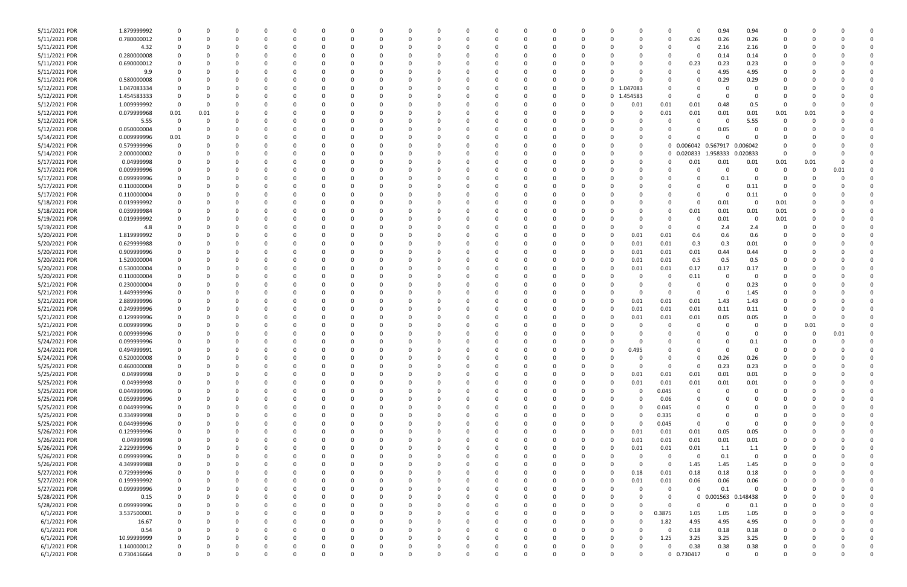| | | | | | | | | | | | | | | | | | | | | | | | | | | | |
|---|---|---|---|---|---|---|---|---|---|---|---|---|---|---|---|---|---|---|---|---|---|---|---|---|---|---|---|
| 5/11/2021 PDR | 1.879999992 | 0 | 0 | 0 | 0 | 0 | 0 | 0 | 0 | 0 | 0 | 0 | 0 | 0 | 0 | 0 | 0 | 0 | 0 | 0 | 0.94 | 0.94 | 0 | 0 | 0 | 0 | 0 |
| 5/11/2021 PDR | 0.780000012 | 0 | 0 | 0 | 0 | 0 | 0 | 0 | 0 | 0 | 0 | 0 | 0 | 0 | 0 | 0 | 0 | 0 | 0 | 0.26 | 0.26 | 0.26 | 0 | 0 | 0 | 0 | 0 |
| 5/11/2021 PDR | 4.32 | 0 | 0 | 0 | 0 | 0 | 0 | 0 | 0 | 0 | 0 | 0 | 0 | 0 | 0 | 0 | 0 | 0 | 0 | 0 | 2.16 | 2.16 | 0 | 0 | 0 | 0 | 0 |
| 5/11/2021 PDR | 0.280000008 | 0 | 0 | 0 | 0 | 0 | 0 | 0 | 0 | 0 | 0 | 0 | 0 | 0 | 0 | 0 | 0 | 0 | 0 | 0 | 0.14 | 0.14 | 0 | 0 | 0 | 0 | 0 |
| 5/11/2021 PDR | 0.690000012 | 0 | 0 | 0 | 0 | 0 | 0 | 0 | 0 | 0 | 0 | 0 | 0 | 0 | 0 | 0 | 0 | 0 | 0 | 0.23 | 0.23 | 0.23 | 0 | 0 | 0 | 0 | 0 |
| 5/11/2021 PDR | 9.9 | 0 | 0 | 0 | 0 | 0 | 0 | 0 | 0 | 0 | 0 | 0 | 0 | 0 | 0 | 0 | 0 | 0 | 0 | 0 | 4.95 | 4.95 | 0 | 0 | 0 | 0 | 0 |
| 5/11/2021 PDR | 0.580000008 | 0 | 0 | 0 | 0 | 0 | 0 | 0 | 0 | 0 | 0 | 0 | 0 | 0 | 0 | 0 | 0 | 0 | 0 | 0 | 0.29 | 0.29 | 0 | 0 | 0 | 0 | 0 |
| 5/12/2021 PDR | 1.047083334 | 0 | 0 | 0 | 0 | 0 | 0 | 0 | 0 | 0 | 0 | 0 | 0 | 0 | 0 | 0 | 0 | 1.047083 | 0 | 0 | 0 | 0 | 0 | 0 | 0 | 0 | 0 |
| 5/12/2021 PDR | 1.454583333 | 0 | 0 | 0 | 0 | 0 | 0 | 0 | 0 | 0 | 0 | 0 | 0 | 0 | 0 | 0 | 0 | 1.454583 | 0 | 0 | 0 | 0 | 0 | 0 | 0 | 0 | 0 |
| 5/12/2021 PDR | 1.009999992 | 0 | 0 | 0 | 0 | 0 | 0 | 0 | 0 | 0 | 0 | 0 | 0 | 0 | 0 | 0 | 0 | 0.01 | 0.01 | 0.01 | 0.48 | 0.5 | 0 | 0 | 0 | 0 | 0 |
| 5/12/2021 PDR | 0.079999968 | 0.01 | 0.01 | 0 | 0 | 0 | 0 | 0 | 0 | 0 | 0 | 0 | 0 | 0 | 0 | 0 | 0 | 0 | 0.01 | 0.01 | 0.01 | 0.01 | 0.01 | 0.01 | 0 | 0 | 0 |
| 5/12/2021 PDR | 5.55 | 0 | 0 | 0 | 0 | 0 | 0 | 0 | 0 | 0 | 0 | 0 | 0 | 0 | 0 | 0 | 0 | 0 | 0 | 0 | 0 | 5.55 | 0 | 0 | 0 | 0 | 0 |
| 5/12/2021 PDR | 0.050000004 | 0 | 0 | 0 | 0 | 0 | 0 | 0 | 0 | 0 | 0 | 0 | 0 | 0 | 0 | 0 | 0 | 0 | 0 | 0 | 0.05 | 0 | 0 | 0 | 0 | 0 | 0 |
| 5/14/2021 PDR | 0.009999996 | 0.01 | 0 | 0 | 0 | 0 | 0 | 0 | 0 | 0 | 0 | 0 | 0 | 0 | 0 | 0 | 0 | 0 | 0 | 0 | 0 | 0 | 0 | 0 | 0 | 0 | 0 |
| 5/14/2021 PDR | 0.579999996 | 0 | 0 | 0 | 0 | 0 | 0 | 0 | 0 | 0 | 0 | 0 | 0 | 0 | 0 | 0 | 0 | 0 | 0 | 0.006042 | 0.567917 | 0.006042 | 0 | 0 | 0 | 0 | 0 |
| 5/14/2021 PDR | 2.000000002 | 0 | 0 | 0 | 0 | 0 | 0 | 0 | 0 | 0 | 0 | 0 | 0 | 0 | 0 | 0 | 0 | 0 | 0 | 0.020833 | 1.958333 | 0.020833 | 0 | 0 | 0 | 0 | 0 |
| 5/17/2021 PDR | 0.04999998 | 0 | 0 | 0 | 0 | 0 | 0 | 0 | 0 | 0 | 0 | 0 | 0 | 0 | 0 | 0 | 0 | 0 | 0 | 0.01 | 0.01 | 0.01 | 0.01 | 0.01 | 0 | 0 | 0 |
| 5/17/2021 PDR | 0.009999996 | 0 | 0 | 0 | 0 | 0 | 0 | 0 | 0 | 0 | 0 | 0 | 0 | 0 | 0 | 0 | 0 | 0 | 0 | 0 | 0 | 0 | 0 | 0 | 0.01 | 0 | 0 |
| 5/17/2021 PDR | 0.099999996 | 0 | 0 | 0 | 0 | 0 | 0 | 0 | 0 | 0 | 0 | 0 | 0 | 0 | 0 | 0 | 0 | 0 | 0 | 0 | 0.1 | 0 | 0 | 0 | 0 | 0 | 0 |
| 5/17/2021 PDR | 0.110000004 | 0 | 0 | 0 | 0 | 0 | 0 | 0 | 0 | 0 | 0 | 0 | 0 | 0 | 0 | 0 | 0 | 0 | 0 | 0 | 0 | 0.11 | 0 | 0 | 0 | 0 | 0 |
| 5/17/2021 PDR | 0.110000004 | 0 | 0 | 0 | 0 | 0 | 0 | 0 | 0 | 0 | 0 | 0 | 0 | 0 | 0 | 0 | 0 | 0 | 0 | 0 | 0 | 0.11 | 0 | 0 | 0 | 0 | 0 |
| 5/18/2021 PDR | 0.019999992 | 0 | 0 | 0 | 0 | 0 | 0 | 0 | 0 | 0 | 0 | 0 | 0 | 0 | 0 | 0 | 0 | 0 | 0 | 0 | 0.01 | 0 | 0.01 | 0 | 0 | 0 | 0 |
| 5/18/2021 PDR | 0.039999984 | 0 | 0 | 0 | 0 | 0 | 0 | 0 | 0 | 0 | 0 | 0 | 0 | 0 | 0 | 0 | 0 | 0 | 0 | 0.01 | 0.01 | 0.01 | 0.01 | 0 | 0 | 0 | 0 |
| 5/19/2021 PDR | 0.019999992 | 0 | 0 | 0 | 0 | 0 | 0 | 0 | 0 | 0 | 0 | 0 | 0 | 0 | 0 | 0 | 0 | 0 | 0 | 0 | 0.01 | 0 | 0.01 | 0 | 0 | 0 | 0 |
| 5/19/2021 PDR | 4.8 | 0 | 0 | 0 | 0 | 0 | 0 | 0 | 0 | 0 | 0 | 0 | 0 | 0 | 0 | 0 | 0 | 0 | 0 | 0 | 2.4 | 2.4 | 0 | 0 | 0 | 0 | 0 |
| 5/20/2021 PDR | 1.819999992 | 0 | 0 | 0 | 0 | 0 | 0 | 0 | 0 | 0 | 0 | 0 | 0 | 0 | 0 | 0 | 0 | 0.01 | 0.01 | 0.6 | 0.6 | 0.6 | 0 | 0 | 0 | 0 | 0 |
| 5/20/2021 PDR | 0.629999988 | 0 | 0 | 0 | 0 | 0 | 0 | 0 | 0 | 0 | 0 | 0 | 0 | 0 | 0 | 0 | 0 | 0.01 | 0.01 | 0.3 | 0.3 | 0.01 | 0 | 0 | 0 | 0 | 0 |
| 5/20/2021 PDR | 0.909999996 | 0 | 0 | 0 | 0 | 0 | 0 | 0 | 0 | 0 | 0 | 0 | 0 | 0 | 0 | 0 | 0 | 0.01 | 0.01 | 0.01 | 0.44 | 0.44 | 0 | 0 | 0 | 0 | 0 |
| 5/20/2021 PDR | 1.520000004 | 0 | 0 | 0 | 0 | 0 | 0 | 0 | 0 | 0 | 0 | 0 | 0 | 0 | 0 | 0 | 0 | 0.01 | 0.01 | 0.5 | 0.5 | 0.5 | 0 | 0 | 0 | 0 | 0 |
| 5/20/2021 PDR | 0.530000004 | 0 | 0 | 0 | 0 | 0 | 0 | 0 | 0 | 0 | 0 | 0 | 0 | 0 | 0 | 0 | 0 | 0.01 | 0.01 | 0.17 | 0.17 | 0.17 | 0 | 0 | 0 | 0 | 0 |
| 5/20/2021 PDR | 0.110000004 | 0 | 0 | 0 | 0 | 0 | 0 | 0 | 0 | 0 | 0 | 0 | 0 | 0 | 0 | 0 | 0 | 0 | 0 | 0.11 | 0 | 0 | 0 | 0 | 0 | 0 | 0 |
| 5/21/2021 PDR | 0.230000004 | 0 | 0 | 0 | 0 | 0 | 0 | 0 | 0 | 0 | 0 | 0 | 0 | 0 | 0 | 0 | 0 | 0 | 0 | 0 | 0 | 0.23 | 0 | 0 | 0 | 0 | 0 |
| 5/21/2021 PDR | 1.449999996 | 0 | 0 | 0 | 0 | 0 | 0 | 0 | 0 | 0 | 0 | 0 | 0 | 0 | 0 | 0 | 0 | 0 | 0 | 0 | 0 | 1.45 | 0 | 0 | 0 | 0 | 0 |
| 5/21/2021 PDR | 2.889999996 | 0 | 0 | 0 | 0 | 0 | 0 | 0 | 0 | 0 | 0 | 0 | 0 | 0 | 0 | 0 | 0 | 0.01 | 0.01 | 0.01 | 1.43 | 1.43 | 0 | 0 | 0 | 0 | 0 |
| 5/21/2021 PDR | 0.249999996 | 0 | 0 | 0 | 0 | 0 | 0 | 0 | 0 | 0 | 0 | 0 | 0 | 0 | 0 | 0 | 0 | 0.01 | 0.01 | 0.01 | 0.11 | 0.11 | 0 | 0 | 0 | 0 | 0 |
| 5/21/2021 PDR | 0.129999996 | 0 | 0 | 0 | 0 | 0 | 0 | 0 | 0 | 0 | 0 | 0 | 0 | 0 | 0 | 0 | 0 | 0.01 | 0.01 | 0.01 | 0.05 | 0.05 | 0 | 0 | 0 | 0 | 0 |
| 5/21/2021 PDR | 0.009999996 | 0 | 0 | 0 | 0 | 0 | 0 | 0 | 0 | 0 | 0 | 0 | 0 | 0 | 0 | 0 | 0 | 0 | 0 | 0 | 0 | 0 | 0 | 0.01 | 0 | 0 | 0 |
| 5/21/2021 PDR | 0.009999996 | 0 | 0 | 0 | 0 | 0 | 0 | 0 | 0 | 0 | 0 | 0 | 0 | 0 | 0 | 0 | 0 | 0 | 0 | 0 | 0 | 0 | 0 | 0 | 0.01 | 0 | 0 |
| 5/24/2021 PDR | 0.099999996 | 0 | 0 | 0 | 0 | 0 | 0 | 0 | 0 | 0 | 0 | 0 | 0 | 0 | 0 | 0 | 0 | 0 | 0 | 0 | 0 | 0.1 | 0 | 0 | 0 | 0 | 0 |
| 5/24/2021 PDR | 0.494999991 | 0 | 0 | 0 | 0 | 0 | 0 | 0 | 0 | 0 | 0 | 0 | 0 | 0 | 0 | 0 | 0 | 0.495 | 0 | 0 | 0 | 0 | 0 | 0 | 0 | 0 | 0 |
| 5/24/2021 PDR | 0.520000008 | 0 | 0 | 0 | 0 | 0 | 0 | 0 | 0 | 0 | 0 | 0 | 0 | 0 | 0 | 0 | 0 | 0 | 0 | 0 | 0.26 | 0.26 | 0 | 0 | 0 | 0 | 0 |
| 5/25/2021 PDR | 0.460000008 | 0 | 0 | 0 | 0 | 0 | 0 | 0 | 0 | 0 | 0 | 0 | 0 | 0 | 0 | 0 | 0 | 0 | 0 | 0 | 0.23 | 0.23 | 0 | 0 | 0 | 0 | 0 |
| 5/25/2021 PDR | 0.04999998 | 0 | 0 | 0 | 0 | 0 | 0 | 0 | 0 | 0 | 0 | 0 | 0 | 0 | 0 | 0 | 0 | 0.01 | 0.01 | 0.01 | 0.01 | 0.01 | 0 | 0 | 0 | 0 | 0 |
| 5/25/2021 PDR | 0.04999998 | 0 | 0 | 0 | 0 | 0 | 0 | 0 | 0 | 0 | 0 | 0 | 0 | 0 | 0 | 0 | 0 | 0.01 | 0.01 | 0.01 | 0.01 | 0.01 | 0 | 0 | 0 | 0 | 0 |
| 5/25/2021 PDR | 0.044999996 | 0 | 0 | 0 | 0 | 0 | 0 | 0 | 0 | 0 | 0 | 0 | 0 | 0 | 0 | 0 | 0 | 0 | 0.045 | 0 | 0 | 0 | 0 | 0 | 0 | 0 | 0 |
| 5/25/2021 PDR | 0.059999996 | 0 | 0 | 0 | 0 | 0 | 0 | 0 | 0 | 0 | 0 | 0 | 0 | 0 | 0 | 0 | 0 | 0 | 0.06 | 0 | 0 | 0 | 0 | 0 | 0 | 0 | 0 |
| 5/25/2021 PDR | 0.044999996 | 0 | 0 | 0 | 0 | 0 | 0 | 0 | 0 | 0 | 0 | 0 | 0 | 0 | 0 | 0 | 0 | 0 | 0.045 | 0 | 0 | 0 | 0 | 0 | 0 | 0 | 0 |
| 5/25/2021 PDR | 0.334999998 | 0 | 0 | 0 | 0 | 0 | 0 | 0 | 0 | 0 | 0 | 0 | 0 | 0 | 0 | 0 | 0 | 0 | 0.335 | 0 | 0 | 0 | 0 | 0 | 0 | 0 | 0 |
| 5/25/2021 PDR | 0.044999996 | 0 | 0 | 0 | 0 | 0 | 0 | 0 | 0 | 0 | 0 | 0 | 0 | 0 | 0 | 0 | 0 | 0 | 0.045 | 0 | 0 | 0 | 0 | 0 | 0 | 0 | 0 |
| 5/26/2021 PDR | 0.129999996 | 0 | 0 | 0 | 0 | 0 | 0 | 0 | 0 | 0 | 0 | 0 | 0 | 0 | 0 | 0 | 0 | 0.01 | 0.01 | 0.01 | 0.05 | 0.05 | 0 | 0 | 0 | 0 | 0 |
| 5/26/2021 PDR | 0.04999998 | 0 | 0 | 0 | 0 | 0 | 0 | 0 | 0 | 0 | 0 | 0 | 0 | 0 | 0 | 0 | 0 | 0.01 | 0.01 | 0.01 | 0.01 | 0.01 | 0 | 0 | 0 | 0 | 0 |
| 5/26/2021 PDR | 2.229999996 | 0 | 0 | 0 | 0 | 0 | 0 | 0 | 0 | 0 | 0 | 0 | 0 | 0 | 0 | 0 | 0 | 0.01 | 0.01 | 0.01 | 1.1 | 1.1 | 0 | 0 | 0 | 0 | 0 |
| 5/26/2021 PDR | 0.099999996 | 0 | 0 | 0 | 0 | 0 | 0 | 0 | 0 | 0 | 0 | 0 | 0 | 0 | 0 | 0 | 0 | 0 | 0 | 0 | 0.1 | 0 | 0 | 0 | 0 | 0 | 0 |
| 5/26/2021 PDR | 4.349999988 | 0 | 0 | 0 | 0 | 0 | 0 | 0 | 0 | 0 | 0 | 0 | 0 | 0 | 0 | 0 | 0 | 0 | 0 | 1.45 | 1.45 | 1.45 | 0 | 0 | 0 | 0 | 0 |
| 5/27/2021 PDR | 0.729999996 | 0 | 0 | 0 | 0 | 0 | 0 | 0 | 0 | 0 | 0 | 0 | 0 | 0 | 0 | 0 | 0 | 0.18 | 0.01 | 0.18 | 0.18 | 0.18 | 0 | 0 | 0 | 0 | 0 |
| 5/27/2021 PDR | 0.199999992 | 0 | 0 | 0 | 0 | 0 | 0 | 0 | 0 | 0 | 0 | 0 | 0 | 0 | 0 | 0 | 0 | 0.01 | 0.01 | 0.06 | 0.06 | 0.06 | 0 | 0 | 0 | 0 | 0 |
| 5/27/2021 PDR | 0.099999996 | 0 | 0 | 0 | 0 | 0 | 0 | 0 | 0 | 0 | 0 | 0 | 0 | 0 | 0 | 0 | 0 | 0 | 0 | 0 | 0.1 | 0 | 0 | 0 | 0 | 0 | 0 |
| 5/28/2021 PDR | 0.15 | 0 | 0 | 0 | 0 | 0 | 0 | 0 | 0 | 0 | 0 | 0 | 0 | 0 | 0 | 0 | 0 | 0 | 0 | 0 | 0.001563 | 0.148438 | 0 | 0 | 0 | 0 | 0 |
| 5/28/2021 PDR | 0.099999996 | 0 | 0 | 0 | 0 | 0 | 0 | 0 | 0 | 0 | 0 | 0 | 0 | 0 | 0 | 0 | 0 | 0 | 0 | 0 | 0 | 0.1 | 0 | 0 | 0 | 0 | 0 |
| 6/1/2021 PDR | 3.537500001 | 0 | 0 | 0 | 0 | 0 | 0 | 0 | 0 | 0 | 0 | 0 | 0 | 0 | 0 | 0 | 0 | 0 | 0.3875 | 1.05 | 1.05 | 1.05 | 0 | 0 | 0 | 0 | 0 |
| 6/1/2021 PDR | 16.67 | 0 | 0 | 0 | 0 | 0 | 0 | 0 | 0 | 0 | 0 | 0 | 0 | 0 | 0 | 0 | 0 | 0 | 1.82 | 4.95 | 4.95 | 4.95 | 0 | 0 | 0 | 0 | 0 |
| 6/1/2021 PDR | 0.54 | 0 | 0 | 0 | 0 | 0 | 0 | 0 | 0 | 0 | 0 | 0 | 0 | 0 | 0 | 0 | 0 | 0 | 0 | 0.18 | 0.18 | 0.18 | 0 | 0 | 0 | 0 | 0 |
| 6/1/2021 PDR | 10.99999999 | 0 | 0 | 0 | 0 | 0 | 0 | 0 | 0 | 0 | 0 | 0 | 0 | 0 | 0 | 0 | 0 | 0 | 1.25 | 3.25 | 3.25 | 3.25 | 0 | 0 | 0 | 0 | 0 |
| 6/1/2021 PDR | 1.140000012 | 0 | 0 | 0 | 0 | 0 | 0 | 0 | 0 | 0 | 0 | 0 | 0 | 0 | 0 | 0 | 0 | 0 | 0 | 0.38 | 0.38 | 0.38 | 0 | 0 | 0 | 0 | 0 |
| 6/1/2021 PDR | 0.730416664 | 0 | 0 | 0 | 0 | 0 | 0 | 0 | 0 | 0 | 0 | 0 | 0 | 0 | 0 | 0 | 0 | 0 | 0 | 0.730417 | 0 | 0 | 0 | 0 | 0 | 0 | 0 |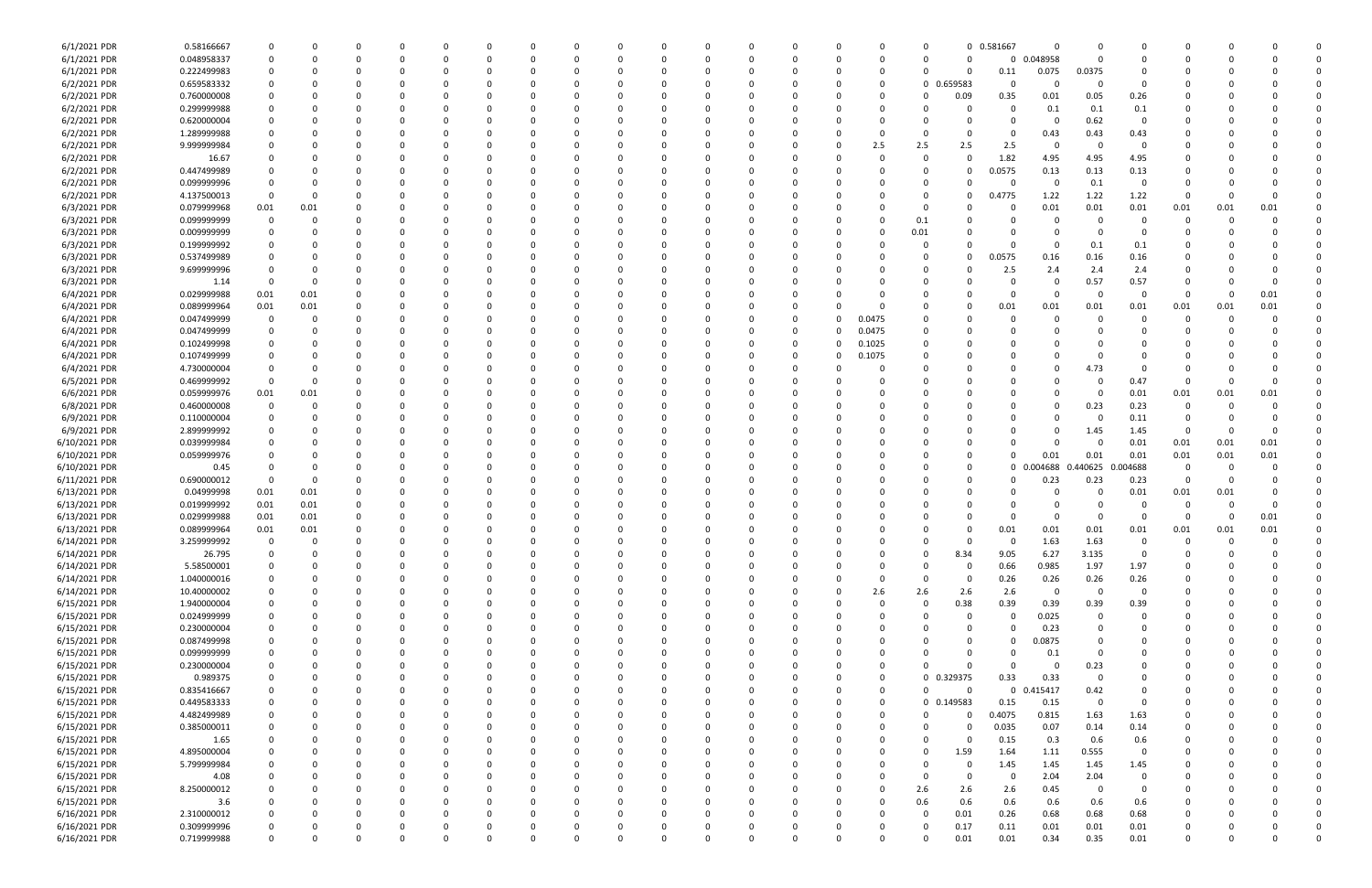| | | | | | | | | | | | | | | | | | | | | | | | | | | | | | |
|---|---|---|---|---|---|---|---|---|---|---|---|---|---|---|---|---|---|---|---|---|---|---|---|---|---|---|---|---|---|
| 6/1/2021 PDR | 0.58166667 | 0 | 0 | 0 | 0 | 0 | 0 | 0 | 0 | 0 | 0 | 0 | 0 | 0 | 0 | 0 | 0 | 0 | 0 | 0 | 0.581667 | 0 | 0 | 0 | 0 | 0 | 0 | 0 | 0 |
| 6/1/2021 PDR | 0.048958337 | 0 | 0 | 0 | 0 | 0 | 0 | 0 | 0 | 0 | 0 | 0 | 0 | 0 | 0 | 0 | 0 | 0 | 0 | 0 | 0 | 0.048958 | 0 | 0 | 0 | 0 | 0 | 0 | 0 |
| 6/1/2021 PDR | 0.222499983 | 0 | 0 | 0 | 0 | 0 | 0 | 0 | 0 | 0 | 0 | 0 | 0 | 0 | 0 | 0 | 0 | 0 | 0 | 0 | 0.11 | 0.075 | 0.0375 | 0 | 0 | 0 | 0 | 0 | 0 |
| 6/2/2021 PDR | 0.659583332 | 0 | 0 | 0 | 0 | 0 | 0 | 0 | 0 | 0 | 0 | 0 | 0 | 0 | 0 | 0 | 0 | 0 | 0 | 0.659583 | 0 | 0 | 0 | 0 | 0 | 0 | 0 | 0 | 0 |
| 6/2/2021 PDR | 0.760000008 | 0 | 0 | 0 | 0 | 0 | 0 | 0 | 0 | 0 | 0 | 0 | 0 | 0 | 0 | 0 | 0 | 0 | 0 | 0.09 | 0.35 | 0.01 | 0.05 | 0.26 | 0 | 0 | 0 | 0 | 0 |
| 6/2/2021 PDR | 0.299999988 | 0 | 0 | 0 | 0 | 0 | 0 | 0 | 0 | 0 | 0 | 0 | 0 | 0 | 0 | 0 | 0 | 0 | 0 | 0 | 0 | 0 | 0.1 | 0.1 | 0 | 0 | 0 | 0 | 0 |
| 6/2/2021 PDR | 0.620000004 | 0 | 0 | 0 | 0 | 0 | 0 | 0 | 0 | 0 | 0 | 0 | 0 | 0 | 0 | 0 | 0 | 0 | 0 | 0 | 0 | 0 | 0.62 | 0 | 0 | 0 | 0 | 0 | 0 |
| 6/2/2021 PDR | 1.289999988 | 0 | 0 | 0 | 0 | 0 | 0 | 0 | 0 | 0 | 0 | 0 | 0 | 0 | 0 | 0 | 0 | 0 | 0 | 0 | 0 | 0.43 | 0.43 | 0.43 | 0 | 0 | 0 | 0 | 0 |
| 6/2/2021 PDR | 9.999999984 | 0 | 0 | 0 | 0 | 0 | 0 | 0 | 0 | 0 | 0 | 0 | 0 | 0 | 0 | 0 | 0 | 2.5 | 2.5 | 2.5 | 2.5 | 0 | 0 | 0 | 0 | 0 | 0 | 0 | 0 |
| 6/2/2021 PDR | 16.67 | 0 | 0 | 0 | 0 | 0 | 0 | 0 | 0 | 0 | 0 | 0 | 0 | 0 | 0 | 0 | 0 | 0 | 0 | 0 | 1.82 | 4.95 | 4.95 | 4.95 | 0 | 0 | 0 | 0 | 0 |
| 6/2/2021 PDR | 0.447499989 | 0 | 0 | 0 | 0 | 0 | 0 | 0 | 0 | 0 | 0 | 0 | 0 | 0 | 0 | 0 | 0 | 0 | 0 | 0 | 0.0575 | 0.13 | 0.13 | 0.13 | 0 | 0 | 0 | 0 | 0 |
| 6/2/2021 PDR | 0.099999996 | 0 | 0 | 0 | 0 | 0 | 0 | 0 | 0 | 0 | 0 | 0 | 0 | 0 | 0 | 0 | 0 | 0 | 0 | 0 | 0 | 0 | 0.1 | 0 | 0 | 0 | 0 | 0 | 0 |
| 6/2/2021 PDR | 4.137500013 | 0 | 0 | 0 | 0 | 0 | 0 | 0 | 0 | 0 | 0 | 0 | 0 | 0 | 0 | 0 | 0 | 0 | 0 | 0 | 0.4775 | 1.22 | 1.22 | 1.22 | 0 | 0 | 0 | 0 | 0 |
| 6/3/2021 PDR | 0.079999968 | 0.01 | 0.01 | 0 | 0 | 0 | 0 | 0 | 0 | 0 | 0 | 0 | 0 | 0 | 0 | 0 | 0 | 0 | 0 | 0 | 0 | 0.01 | 0.01 | 0.01 | 0.01 | 0.01 | 0.01 | 0 | 0 |
| 6/3/2021 PDR | 0.099999999 | 0 | 0 | 0 | 0 | 0 | 0 | 0 | 0 | 0 | 0 | 0 | 0 | 0 | 0 | 0 | 0 | 0 | 0.1 | 0 | 0 | 0 | 0 | 0 | 0 | 0 | 0 | 0 | 0 |
| 6/3/2021 PDR | 0.009999999 | 0 | 0 | 0 | 0 | 0 | 0 | 0 | 0 | 0 | 0 | 0 | 0 | 0 | 0 | 0 | 0 | 0 | 0.01 | 0 | 0 | 0 | 0 | 0 | 0 | 0 | 0 | 0 | 0 |
| 6/3/2021 PDR | 0.199999992 | 0 | 0 | 0 | 0 | 0 | 0 | 0 | 0 | 0 | 0 | 0 | 0 | 0 | 0 | 0 | 0 | 0 | 0 | 0 | 0 | 0 | 0.1 | 0.1 | 0 | 0 | 0 | 0 | 0 |
| 6/3/2021 PDR | 0.537499989 | 0 | 0 | 0 | 0 | 0 | 0 | 0 | 0 | 0 | 0 | 0 | 0 | 0 | 0 | 0 | 0 | 0 | 0 | 0 | 0.0575 | 0.16 | 0.16 | 0.16 | 0 | 0 | 0 | 0 | 0 |
| 6/3/2021 PDR | 9.699999996 | 0 | 0 | 0 | 0 | 0 | 0 | 0 | 0 | 0 | 0 | 0 | 0 | 0 | 0 | 0 | 0 | 0 | 0 | 0 | 2.5 | 2.4 | 2.4 | 2.4 | 0 | 0 | 0 | 0 | 0 |
| 6/3/2021 PDR | 1.14 | 0 | 0 | 0 | 0 | 0 | 0 | 0 | 0 | 0 | 0 | 0 | 0 | 0 | 0 | 0 | 0 | 0 | 0 | 0 | 0 | 0 | 0.57 | 0.57 | 0 | 0 | 0 | 0 | 0 |
| 6/4/2021 PDR | 0.029999988 | 0.01 | 0.01 | 0 | 0 | 0 | 0 | 0 | 0 | 0 | 0 | 0 | 0 | 0 | 0 | 0 | 0 | 0 | 0 | 0 | 0 | 0 | 0 | 0 | 0 | 0 | 0 | 0.01 | 0 |
| 6/4/2021 PDR | 0.089999964 | 0.01 | 0.01 | 0 | 0 | 0 | 0 | 0 | 0 | 0 | 0 | 0 | 0 | 0 | 0 | 0 | 0 | 0 | 0 | 0 | 0.01 | 0.01 | 0.01 | 0.01 | 0.01 | 0.01 | 0.01 | 0 | 0 |
| 6/4/2021 PDR | 0.047499999 | 0 | 0 | 0 | 0 | 0 | 0 | 0 | 0 | 0 | 0 | 0 | 0 | 0 | 0 | 0 | 0 | 0.0475 | 0 | 0 | 0 | 0 | 0 | 0 | 0 | 0 | 0 | 0 | 0 |
| 6/4/2021 PDR | 0.047499999 | 0 | 0 | 0 | 0 | 0 | 0 | 0 | 0 | 0 | 0 | 0 | 0 | 0 | 0 | 0 | 0 | 0.0475 | 0 | 0 | 0 | 0 | 0 | 0 | 0 | 0 | 0 | 0 | 0 |
| 6/4/2021 PDR | 0.102499998 | 0 | 0 | 0 | 0 | 0 | 0 | 0 | 0 | 0 | 0 | 0 | 0 | 0 | 0 | 0 | 0 | 0.1025 | 0 | 0 | 0 | 0 | 0 | 0 | 0 | 0 | 0 | 0 | 0 |
| 6/4/2021 PDR | 0.107499999 | 0 | 0 | 0 | 0 | 0 | 0 | 0 | 0 | 0 | 0 | 0 | 0 | 0 | 0 | 0 | 0 | 0.1075 | 0 | 0 | 0 | 0 | 0 | 0 | 0 | 0 | 0 | 0 | 0 |
| 6/4/2021 PDR | 4.730000004 | 0 | 0 | 0 | 0 | 0 | 0 | 0 | 0 | 0 | 0 | 0 | 0 | 0 | 0 | 0 | 0 | 0 | 0 | 0 | 0 | 0 | 4.73 | 0 | 0 | 0 | 0 | 0 | 0 |
| 6/5/2021 PDR | 0.469999992 | 0 | 0 | 0 | 0 | 0 | 0 | 0 | 0 | 0 | 0 | 0 | 0 | 0 | 0 | 0 | 0 | 0 | 0 | 0 | 0 | 0 | 0 | 0.47 | 0 | 0 | 0 | 0 | 0 |
| 6/6/2021 PDR | 0.059999976 | 0.01 | 0.01 | 0 | 0 | 0 | 0 | 0 | 0 | 0 | 0 | 0 | 0 | 0 | 0 | 0 | 0 | 0 | 0 | 0 | 0 | 0 | 0 | 0.01 | 0.01 | 0.01 | 0.01 | 0 | 0 |
| 6/8/2021 PDR | 0.460000008 | 0 | 0 | 0 | 0 | 0 | 0 | 0 | 0 | 0 | 0 | 0 | 0 | 0 | 0 | 0 | 0 | 0 | 0 | 0 | 0 | 0 | 0.23 | 0.23 | 0 | 0 | 0 | 0 | 0 |
| 6/9/2021 PDR | 0.110000004 | 0 | 0 | 0 | 0 | 0 | 0 | 0 | 0 | 0 | 0 | 0 | 0 | 0 | 0 | 0 | 0 | 0 | 0 | 0 | 0 | 0 | 0 | 0.11 | 0 | 0 | 0 | 0 | 0 |
| 6/9/2021 PDR | 2.899999992 | 0 | 0 | 0 | 0 | 0 | 0 | 0 | 0 | 0 | 0 | 0 | 0 | 0 | 0 | 0 | 0 | 0 | 0 | 0 | 0 | 0 | 1.45 | 1.45 | 0 | 0 | 0 | 0 | 0 |
| 6/10/2021 PDR | 0.039999984 | 0 | 0 | 0 | 0 | 0 | 0 | 0 | 0 | 0 | 0 | 0 | 0 | 0 | 0 | 0 | 0 | 0 | 0 | 0 | 0 | 0 | 0 | 0.01 | 0.01 | 0.01 | 0.01 | 0 | 0 |
| 6/10/2021 PDR | 0.059999976 | 0 | 0 | 0 | 0 | 0 | 0 | 0 | 0 | 0 | 0 | 0 | 0 | 0 | 0 | 0 | 0 | 0 | 0 | 0 | 0 | 0.01 | 0.01 | 0.01 | 0.01 | 0.01 | 0.01 | 0 | 0 |
| 6/10/2021 PDR | 0.45 | 0 | 0 | 0 | 0 | 0 | 0 | 0 | 0 | 0 | 0 | 0 | 0 | 0 | 0 | 0 | 0 | 0 | 0 | 0 | 0 | 0.004688 | 0.440625 | 0.004688 | 0 | 0 | 0 | 0 | 0 |
| 6/11/2021 PDR | 0.690000012 | 0 | 0 | 0 | 0 | 0 | 0 | 0 | 0 | 0 | 0 | 0 | 0 | 0 | 0 | 0 | 0 | 0 | 0 | 0 | 0 | 0.23 | 0.23 | 0.23 | 0 | 0 | 0 | 0 | 0 |
| 6/13/2021 PDR | 0.04999998 | 0.01 | 0.01 | 0 | 0 | 0 | 0 | 0 | 0 | 0 | 0 | 0 | 0 | 0 | 0 | 0 | 0 | 0 | 0 | 0 | 0 | 0 | 0 | 0.01 | 0.01 | 0.01 | 0 | 0 | 0 |
| 6/13/2021 PDR | 0.019999992 | 0.01 | 0.01 | 0 | 0 | 0 | 0 | 0 | 0 | 0 | 0 | 0 | 0 | 0 | 0 | 0 | 0 | 0 | 0 | 0 | 0 | 0 | 0 | 0 | 0 | 0 | 0 | 0 | 0 |
| 6/13/2021 PDR | 0.029999988 | 0.01 | 0.01 | 0 | 0 | 0 | 0 | 0 | 0 | 0 | 0 | 0 | 0 | 0 | 0 | 0 | 0 | 0 | 0 | 0 | 0 | 0 | 0 | 0 | 0 | 0 | 0 | 0.01 | 0 |
| 6/13/2021 PDR | 0.089999964 | 0.01 | 0.01 | 0 | 0 | 0 | 0 | 0 | 0 | 0 | 0 | 0 | 0 | 0 | 0 | 0 | 0 | 0 | 0 | 0 | 0.01 | 0.01 | 0.01 | 0.01 | 0.01 | 0.01 | 0.01 | 0 | 0 |
| 6/14/2021 PDR | 3.259999992 | 0 | 0 | 0 | 0 | 0 | 0 | 0 | 0 | 0 | 0 | 0 | 0 | 0 | 0 | 0 | 0 | 0 | 0 | 0 | 0 | 0 | 1.63 | 1.63 | 0 | 0 | 0 | 0 | 0 |
| 6/14/2021 PDR | 26.795 | 0 | 0 | 0 | 0 | 0 | 0 | 0 | 0 | 0 | 0 | 0 | 0 | 0 | 0 | 0 | 0 | 0 | 0 | 8.34 | 9.05 | 6.27 | 3.135 | 0 | 0 | 0 | 0 | 0 | 0 |
| 6/14/2021 PDR | 5.58500001 | 0 | 0 | 0 | 0 | 0 | 0 | 0 | 0 | 0 | 0 | 0 | 0 | 0 | 0 | 0 | 0 | 0 | 0 | 0 | 0.66 | 0.985 | 1.97 | 1.97 | 0 | 0 | 0 | 0 | 0 |
| 6/14/2021 PDR | 1.040000016 | 0 | 0 | 0 | 0 | 0 | 0 | 0 | 0 | 0 | 0 | 0 | 0 | 0 | 0 | 0 | 0 | 0 | 0 | 0 | 0.26 | 0.26 | 0.26 | 0.26 | 0 | 0 | 0 | 0 | 0 |
| 6/14/2021 PDR | 10.40000002 | 0 | 0 | 0 | 0 | 0 | 0 | 0 | 0 | 0 | 0 | 0 | 0 | 0 | 0 | 0 | 0 | 2.6 | 2.6 | 2.6 | 2.6 | 0 | 0 | 0 | 0 | 0 | 0 | 0 | 0 |
| 6/15/2021 PDR | 1.940000004 | 0 | 0 | 0 | 0 | 0 | 0 | 0 | 0 | 0 | 0 | 0 | 0 | 0 | 0 | 0 | 0 | 0 | 0 | 0.38 | 0.39 | 0.39 | 0.39 | 0.39 | 0 | 0 | 0 | 0 | 0 |
| 6/15/2021 PDR | 0.024999999 | 0 | 0 | 0 | 0 | 0 | 0 | 0 | 0 | 0 | 0 | 0 | 0 | 0 | 0 | 0 | 0 | 0 | 0 | 0 | 0 | 0.025 | 0 | 0 | 0 | 0 | 0 | 0 | 0 |
| 6/15/2021 PDR | 0.230000004 | 0 | 0 | 0 | 0 | 0 | 0 | 0 | 0 | 0 | 0 | 0 | 0 | 0 | 0 | 0 | 0 | 0 | 0 | 0 | 0 | 0.23 | 0 | 0 | 0 | 0 | 0 | 0 | 0 |
| 6/15/2021 PDR | 0.087499998 | 0 | 0 | 0 | 0 | 0 | 0 | 0 | 0 | 0 | 0 | 0 | 0 | 0 | 0 | 0 | 0 | 0 | 0 | 0 | 0 | 0.0875 | 0 | 0 | 0 | 0 | 0 | 0 | 0 |
| 6/15/2021 PDR | 0.099999999 | 0 | 0 | 0 | 0 | 0 | 0 | 0 | 0 | 0 | 0 | 0 | 0 | 0 | 0 | 0 | 0 | 0 | 0 | 0 | 0 | 0.1 | 0 | 0 | 0 | 0 | 0 | 0 | 0 |
| 6/15/2021 PDR | 0.230000004 | 0 | 0 | 0 | 0 | 0 | 0 | 0 | 0 | 0 | 0 | 0 | 0 | 0 | 0 | 0 | 0 | 0 | 0 | 0 | 0 | 0 | 0.23 | 0 | 0 | 0 | 0 | 0 | 0 |
| 6/15/2021 PDR | 0.989375 | 0 | 0 | 0 | 0 | 0 | 0 | 0 | 0 | 0 | 0 | 0 | 0 | 0 | 0 | 0 | 0 | 0 | 0 | 0.329375 | 0.33 | 0.33 | 0 | 0 | 0 | 0 | 0 | 0 | 0 |
| 6/15/2021 PDR | 0.835416667 | 0 | 0 | 0 | 0 | 0 | 0 | 0 | 0 | 0 | 0 | 0 | 0 | 0 | 0 | 0 | 0 | 0 | 0 | 0 | 0 | 0.415417 | 0.42 | 0 | 0 | 0 | 0 | 0 | 0 |
| 6/15/2021 PDR | 0.449583333 | 0 | 0 | 0 | 0 | 0 | 0 | 0 | 0 | 0 | 0 | 0 | 0 | 0 | 0 | 0 | 0 | 0 | 0 | 0.149583 | 0.15 | 0.15 | 0 | 0 | 0 | 0 | 0 | 0 | 0 |
| 6/15/2021 PDR | 4.482499989 | 0 | 0 | 0 | 0 | 0 | 0 | 0 | 0 | 0 | 0 | 0 | 0 | 0 | 0 | 0 | 0 | 0 | 0 | 0 | 0.4075 | 0.815 | 1.63 | 1.63 | 0 | 0 | 0 | 0 | 0 |
| 6/15/2021 PDR | 0.385000011 | 0 | 0 | 0 | 0 | 0 | 0 | 0 | 0 | 0 | 0 | 0 | 0 | 0 | 0 | 0 | 0 | 0 | 0 | 0 | 0.035 | 0.07 | 0.14 | 0.14 | 0 | 0 | 0 | 0 | 0 |
| 6/15/2021 PDR | 1.65 | 0 | 0 | 0 | 0 | 0 | 0 | 0 | 0 | 0 | 0 | 0 | 0 | 0 | 0 | 0 | 0 | 0 | 0 | 0 | 0.15 | 0.3 | 0.6 | 0.6 | 0 | 0 | 0 | 0 | 0 |
| 6/15/2021 PDR | 4.895000004 | 0 | 0 | 0 | 0 | 0 | 0 | 0 | 0 | 0 | 0 | 0 | 0 | 0 | 0 | 0 | 0 | 0 | 0 | 1.59 | 1.64 | 1.11 | 0.555 | 0 | 0 | 0 | 0 | 0 | 0 |
| 6/15/2021 PDR | 5.799999984 | 0 | 0 | 0 | 0 | 0 | 0 | 0 | 0 | 0 | 0 | 0 | 0 | 0 | 0 | 0 | 0 | 0 | 0 | 0 | 1.45 | 1.45 | 1.45 | 1.45 | 0 | 0 | 0 | 0 | 0 |
| 6/15/2021 PDR | 4.08 | 0 | 0 | 0 | 0 | 0 | 0 | 0 | 0 | 0 | 0 | 0 | 0 | 0 | 0 | 0 | 0 | 0 | 0 | 0 | 0 | 2.04 | 2.04 | 0 | 0 | 0 | 0 | 0 | 0 |
| 6/15/2021 PDR | 8.250000012 | 0 | 0 | 0 | 0 | 0 | 0 | 0 | 0 | 0 | 0 | 0 | 0 | 0 | 0 | 0 | 0 | 0 | 2.6 | 2.6 | 2.6 | 0.45 | 0 | 0 | 0 | 0 | 0 | 0 | 0 |
| 6/15/2021 PDR | 3.6 | 0 | 0 | 0 | 0 | 0 | 0 | 0 | 0 | 0 | 0 | 0 | 0 | 0 | 0 | 0 | 0 | 0 | 0.6 | 0.6 | 0.6 | 0.6 | 0.6 | 0.6 | 0 | 0 | 0 | 0 | 0 |
| 6/16/2021 PDR | 2.310000012 | 0 | 0 | 0 | 0 | 0 | 0 | 0 | 0 | 0 | 0 | 0 | 0 | 0 | 0 | 0 | 0 | 0 | 0 | 0.01 | 0.26 | 0.68 | 0.68 | 0.68 | 0 | 0 | 0 | 0 | 0 |
| 6/16/2021 PDR | 0.309999996 | 0 | 0 | 0 | 0 | 0 | 0 | 0 | 0 | 0 | 0 | 0 | 0 | 0 | 0 | 0 | 0 | 0 | 0 | 0.17 | 0.11 | 0.01 | 0.01 | 0.01 | 0 | 0 | 0 | 0 | 0 |
| 6/16/2021 PDR | 0.719999988 | 0 | 0 | 0 | 0 | 0 | 0 | 0 | 0 | 0 | 0 | 0 | 0 | 0 | 0 | 0 | 0 | 0 | 0 | 0.01 | 0.01 | 0.34 | 0.35 | 0.01 | 0 | 0 | 0 | 0 | 0 |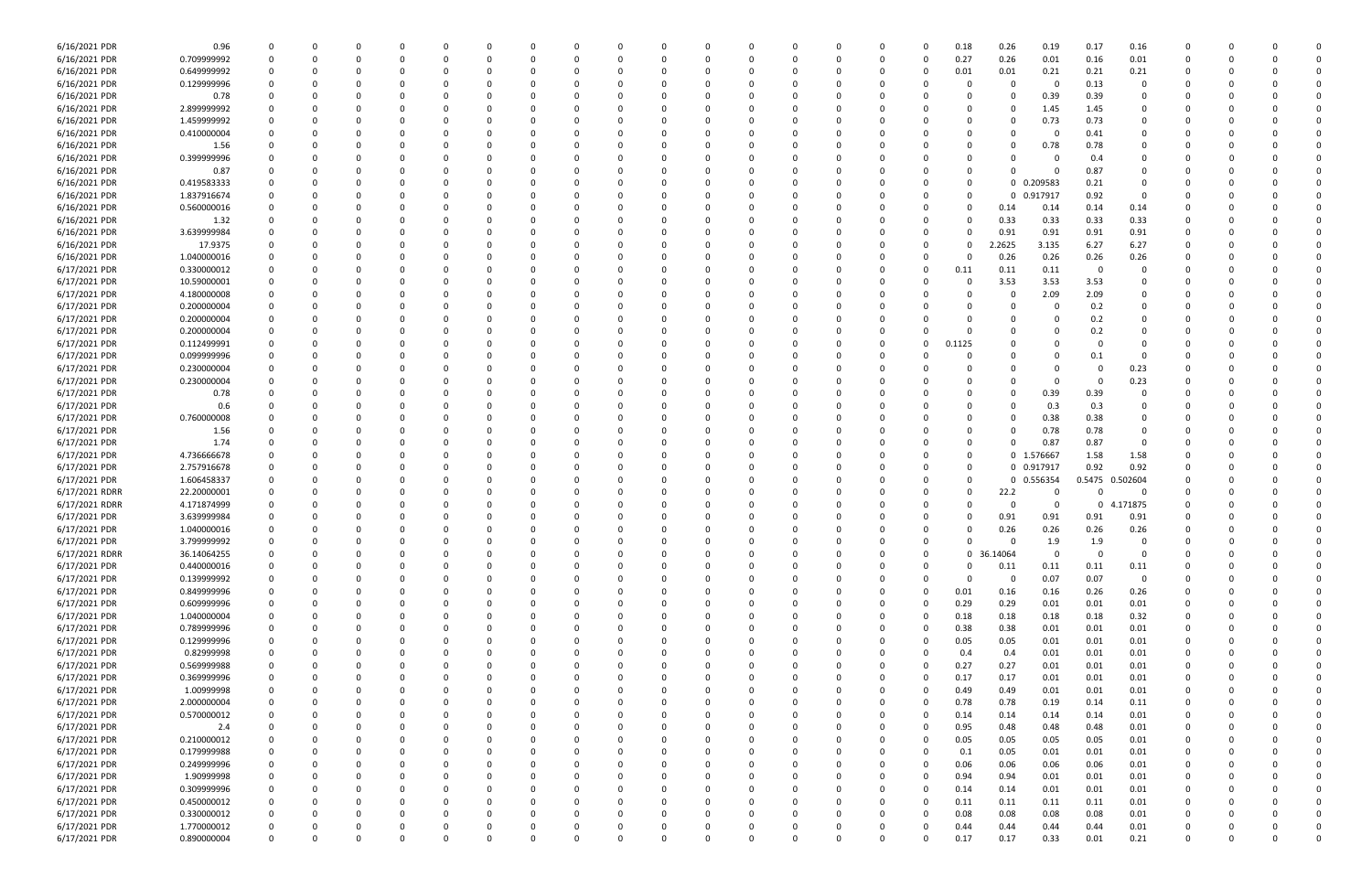| | | | | | | | | | | | | | | | | | | | | | | | | | | |
|---|---|---|---|---|---|---|---|---|---|---|---|---|---|---|---|---|---|---|---|---|---|---|---|---|---|---|
| 6/16/2021 PDR | 0.96 | 0 | 0 | 0 | 0 | 0 | 0 | 0 | 0 | 0 | 0 | 0 | 0 | 0 | 0 | 0 | 0 | 0.18 | 0.26 | 0.19 | 0.17 | 0.16 | 0 | 0 | 0 | 0 |
| 6/16/2021 PDR | 0.709999992 | 0 | 0 | 0 | 0 | 0 | 0 | 0 | 0 | 0 | 0 | 0 | 0 | 0 | 0 | 0 | 0 | 0.27 | 0.26 | 0.01 | 0.16 | 0.01 | 0 | 0 | 0 | 0 |
| 6/16/2021 PDR | 0.649999992 | 0 | 0 | 0 | 0 | 0 | 0 | 0 | 0 | 0 | 0 | 0 | 0 | 0 | 0 | 0 | 0 | 0.01 | 0.01 | 0.21 | 0.21 | 0.21 | 0 | 0 | 0 | 0 |
| 6/16/2021 PDR | 0.129999996 | 0 | 0 | 0 | 0 | 0 | 0 | 0 | 0 | 0 | 0 | 0 | 0 | 0 | 0 | 0 | 0 | | 0 | 0 | 0.13 | 0 | 0 | 0 | 0 | 0 |
| 6/16/2021 PDR | 0.78 | 0 | 0 | 0 | 0 | 0 | 0 | 0 | 0 | 0 | 0 | 0 | 0 | 0 | 0 | 0 | 0 | | 0 | 0.39 | 0.39 | 0 | 0 | 0 | 0 | 0 |
| 6/16/2021 PDR | 2.899999992 | 0 | 0 | 0 | 0 | 0 | 0 | 0 | 0 | 0 | 0 | 0 | 0 | 0 | 0 | 0 | 0 | | 0 | 1.45 | 1.45 | 0 | 0 | 0 | 0 | 0 |
| 6/16/2021 PDR | 1.459999992 | 0 | 0 | 0 | 0 | 0 | 0 | 0 | 0 | 0 | 0 | 0 | 0 | 0 | 0 | 0 | 0 | | 0 | 0.73 | 0.73 | 0 | 0 | 0 | 0 | 0 |
| 6/16/2021 PDR | 0.410000004 | 0 | 0 | 0 | 0 | 0 | 0 | 0 | 0 | 0 | 0 | 0 | 0 | 0 | 0 | 0 | 0 | | 0 | 0 | 0.41 | 0 | 0 | 0 | 0 | 0 |
| 6/16/2021 PDR | 1.56 | 0 | 0 | 0 | 0 | 0 | 0 | 0 | 0 | 0 | 0 | 0 | 0 | 0 | 0 | 0 | 0 | | 0 | 0.78 | 0.78 | 0 | 0 | 0 | 0 | 0 |
| 6/16/2021 PDR | 0.399999996 | 0 | 0 | 0 | 0 | 0 | 0 | 0 | 0 | 0 | 0 | 0 | 0 | 0 | 0 | 0 | 0 | | 0 | 0 | 0.4 | 0 | 0 | 0 | 0 | 0 |
| 6/16/2021 PDR | 0.87 | 0 | 0 | 0 | 0 | 0 | 0 | 0 | 0 | 0 | 0 | 0 | 0 | 0 | 0 | 0 | 0 | | 0 | 0 | 0.87 | 0 | 0 | 0 | 0 | 0 |
| 6/16/2021 PDR | 0.419583333 | 0 | 0 | 0 | 0 | 0 | 0 | 0 | 0 | 0 | 0 | 0 | 0 | 0 | 0 | 0 | 0 | | 0 | 0.209583 | 0.21 | 0 | 0 | 0 | 0 | 0 |
| 6/16/2021 PDR | 1.837916674 | 0 | 0 | 0 | 0 | 0 | 0 | 0 | 0 | 0 | 0 | 0 | 0 | 0 | 0 | 0 | 0 | | 0 | 0.917917 | 0.92 | 0 | 0 | 0 | 0 | 0 |
| 6/16/2021 PDR | 0.560000016 | 0 | 0 | 0 | 0 | 0 | 0 | 0 | 0 | 0 | 0 | 0 | 0 | 0 | 0 | 0 | 0 | 0 | 0.14 | 0.14 | 0.14 | 0.14 | 0 | 0 | 0 | 0 |
| 6/16/2021 PDR | 1.32 | 0 | 0 | 0 | 0 | 0 | 0 | 0 | 0 | 0 | 0 | 0 | 0 | 0 | 0 | 0 | 0 | 0 | 0.33 | 0.33 | 0.33 | 0.33 | 0 | 0 | 0 | 0 |
| 6/16/2021 PDR | 3.639999984 | 0 | 0 | 0 | 0 | 0 | 0 | 0 | 0 | 0 | 0 | 0 | 0 | 0 | 0 | 0 | 0 | 0 | 0.91 | 0.91 | 0.91 | 0.91 | 0 | 0 | 0 | 0 |
| 6/16/2021 PDR | 17.9375 | 0 | 0 | 0 | 0 | 0 | 0 | 0 | 0 | 0 | 0 | 0 | 0 | 0 | 0 | 0 | 0 | 0 | 2.2625 | 3.135 | 6.27 | 6.27 | 0 | 0 | 0 | 0 |
| 6/16/2021 PDR | 1.040000016 | 0 | 0 | 0 | 0 | 0 | 0 | 0 | 0 | 0 | 0 | 0 | 0 | 0 | 0 | 0 | 0 | 0 | 0.26 | 0.26 | 0.26 | 0.26 | 0 | 0 | 0 | 0 |
| 6/17/2021 PDR | 0.330000012 | 0 | 0 | 0 | 0 | 0 | 0 | 0 | 0 | 0 | 0 | 0 | 0 | 0 | 0 | 0 | 0 | 0.11 | 0.11 | 0.11 | 0 | 0 | 0 | 0 | 0 | 0 |
| 6/17/2021 PDR | 10.59000001 | 0 | 0 | 0 | 0 | 0 | 0 | 0 | 0 | 0 | 0 | 0 | 0 | 0 | 0 | 0 | 0 | 0 | 3.53 | 3.53 | 3.53 | 0 | 0 | 0 | 0 | 0 |
| 6/17/2021 PDR | 4.180000008 | 0 | 0 | 0 | 0 | 0 | 0 | 0 | 0 | 0 | 0 | 0 | 0 | 0 | 0 | 0 | 0 | | 0 | 2.09 | 2.09 | 0 | 0 | 0 | 0 | 0 |
| 6/17/2021 PDR | 0.200000004 | 0 | 0 | 0 | 0 | 0 | 0 | 0 | 0 | 0 | 0 | 0 | 0 | 0 | 0 | 0 | 0 | | 0 | 0 | 0.2 | 0 | 0 | 0 | 0 | 0 |
| 6/17/2021 PDR | 0.200000004 | 0 | 0 | 0 | 0 | 0 | 0 | 0 | 0 | 0 | 0 | 0 | 0 | 0 | 0 | 0 | 0 | | 0 | 0 | 0.2 | 0 | 0 | 0 | 0 | 0 |
| 6/17/2021 PDR | 0.200000004 | 0 | 0 | 0 | 0 | 0 | 0 | 0 | 0 | 0 | 0 | 0 | 0 | 0 | 0 | 0 | 0 | 0 | 0 | 0 | 0.2 | 0 | 0 | 0 | 0 | 0 |
| 6/17/2021 PDR | 0.112499991 | 0 | 0 | 0 | 0 | 0 | 0 | 0 | 0 | 0 | 0 | 0 | 0 | 0 | 0 | 0 | 0 | 0.1125 | 0 | 0 | 0 | 0 | 0 | 0 | 0 | 0 |
| 6/17/2021 PDR | 0.099999996 | 0 | 0 | 0 | 0 | 0 | 0 | 0 | 0 | 0 | 0 | 0 | 0 | 0 | 0 | 0 | 0 | 0 | 0 | 0 | 0.1 | 0 | 0 | 0 | 0 | 0 |
| 6/17/2021 PDR | 0.230000004 | 0 | 0 | 0 | 0 | 0 | 0 | 0 | 0 | 0 | 0 | 0 | 0 | 0 | 0 | 0 | 0 | | 0 | 0 | 0 | 0.23 | 0 | 0 | 0 | 0 |
| 6/17/2021 PDR | 0.230000004 | 0 | 0 | 0 | 0 | 0 | 0 | 0 | 0 | 0 | 0 | 0 | 0 | 0 | 0 | 0 | 0 | | 0 | 0 | 0 | 0.23 | 0 | 0 | 0 | 0 |
| 6/17/2021 PDR | 0.78 | 0 | 0 | 0 | 0 | 0 | 0 | 0 | 0 | 0 | 0 | 0 | 0 | 0 | 0 | 0 | 0 | | 0 | 0.39 | 0.39 | 0 | 0 | 0 | 0 | 0 |
| 6/17/2021 PDR | 0.6 | 0 | 0 | 0 | 0 | 0 | 0 | 0 | 0 | 0 | 0 | 0 | 0 | 0 | 0 | 0 | 0 | | 0 | 0.3 | 0.3 | 0 | 0 | 0 | 0 | 0 |
| 6/17/2021 PDR | 0.760000008 | 0 | 0 | 0 | 0 | 0 | 0 | 0 | 0 | 0 | 0 | 0 | 0 | 0 | 0 | 0 | 0 | | 0 | 0.38 | 0.38 | 0 | 0 | 0 | 0 | 0 |
| 6/17/2021 PDR | 1.56 | 0 | 0 | 0 | 0 | 0 | 0 | 0 | 0 | 0 | 0 | 0 | 0 | 0 | 0 | 0 | 0 | | 0 | 0.78 | 0.78 | 0 | 0 | 0 | 0 | 0 |
| 6/17/2021 PDR | 1.74 | 0 | 0 | 0 | 0 | 0 | 0 | 0 | 0 | 0 | 0 | 0 | 0 | 0 | 0 | 0 | 0 | | 0 | 0.87 | 0.87 | 0 | 0 | 0 | 0 | 0 |
| 6/17/2021 PDR | 4.736666678 | 0 | 0 | 0 | 0 | 0 | 0 | 0 | 0 | 0 | 0 | 0 | 0 | 0 | 0 | 0 | 0 | | 0 | 1.576667 | 1.58 | 1.58 | 0 | 0 | 0 | 0 |
| 6/17/2021 PDR | 2.757916678 | 0 | 0 | 0 | 0 | 0 | 0 | 0 | 0 | 0 | 0 | 0 | 0 | 0 | 0 | 0 | 0 | | 0 | 0.917917 | 0.92 | 0.92 | 0 | 0 | 0 | 0 |
| 6/17/2021 PDR | 1.606458337 | 0 | 0 | 0 | 0 | 0 | 0 | 0 | 0 | 0 | 0 | 0 | 0 | 0 | 0 | 0 | 0 | | 0 | 0.556354 | 0.5475 | 0.502604 | 0 | 0 | 0 | 0 |
| 6/17/2021 RDRR | 22.20000001 | 0 | 0 | 0 | 0 | 0 | 0 | 0 | 0 | 0 | 0 | 0 | 0 | 0 | 0 | 0 | 0 | | 22.2 | 0 | 0 | 0 | 0 | 0 | 0 | 0 |
| 6/17/2021 RDRR | 4.171874999 | 0 | 0 | 0 | 0 | 0 | 0 | 0 | 0 | 0 | 0 | 0 | 0 | 0 | 0 | 0 | 0 | | 0 | 0 | 0 | 4.171875 | 0 | 0 | 0 | 0 |
| 6/17/2021 PDR | 3.639999984 | 0 | 0 | 0 | 0 | 0 | 0 | 0 | 0 | 0 | 0 | 0 | 0 | 0 | 0 | 0 | 0 | | 0.91 | 0.91 | 0.91 | 0.91 | 0 | 0 | 0 | 0 |
| 6/17/2021 PDR | 1.040000016 | 0 | 0 | 0 | 0 | 0 | 0 | 0 | 0 | 0 | 0 | 0 | 0 | 0 | 0 | 0 | 0 | | 0.26 | 0.26 | 0.26 | 0.26 | 0 | 0 | 0 | 0 |
| 6/17/2021 PDR | 3.799999992 | 0 | 0 | 0 | 0 | 0 | 0 | 0 | 0 | 0 | 0 | 0 | 0 | 0 | 0 | 0 | 0 | | 0 | 1.9 | 1.9 | 0 | 0 | 0 | 0 | 0 |
| 6/17/2021 RDRR | 36.14064255 | 0 | 0 | 0 | 0 | 0 | 0 | 0 | 0 | 0 | 0 | 0 | 0 | 0 | 0 | 0 | 0 | | 36.14064 | 0 | 0 | 0 | 0 | 0 | 0 | 0 |
| 6/17/2021 PDR | 0.440000016 | 0 | 0 | 0 | 0 | 0 | 0 | 0 | 0 | 0 | 0 | 0 | 0 | 0 | 0 | 0 | 0 | | 0.11 | 0.11 | 0.11 | 0.11 | 0 | 0 | 0 | 0 |
| 6/17/2021 PDR | 0.139999992 | 0 | 0 | 0 | 0 | 0 | 0 | 0 | 0 | 0 | 0 | 0 | 0 | 0 | 0 | 0 | 0 | 0 | 0 | 0.07 | 0.07 | 0 | 0 | 0 | 0 | 0 |
| 6/17/2021 PDR | 0.849999996 | 0 | 0 | 0 | 0 | 0 | 0 | 0 | 0 | 0 | 0 | 0 | 0 | 0 | 0 | 0 | 0 | 0.01 | 0.16 | 0.16 | 0.26 | 0.26 | 0 | 0 | 0 | 0 |
| 6/17/2021 PDR | 0.609999996 | 0 | 0 | 0 | 0 | 0 | 0 | 0 | 0 | 0 | 0 | 0 | 0 | 0 | 0 | 0 | 0 | 0.29 | 0.29 | 0.01 | 0.01 | 0.01 | 0 | 0 | 0 | 0 |
| 6/17/2021 PDR | 1.040000004 | 0 | 0 | 0 | 0 | 0 | 0 | 0 | 0 | 0 | 0 | 0 | 0 | 0 | 0 | 0 | 0 | 0.18 | 0.18 | 0.18 | 0.18 | 0.32 | 0 | 0 | 0 | 0 |
| 6/17/2021 PDR | 0.789999996 | 0 | 0 | 0 | 0 | 0 | 0 | 0 | 0 | 0 | 0 | 0 | 0 | 0 | 0 | 0 | 0 | 0.38 | 0.38 | 0.01 | 0.01 | 0.01 | 0 | 0 | 0 | 0 |
| 6/17/2021 PDR | 0.129999996 | 0 | 0 | 0 | 0 | 0 | 0 | 0 | 0 | 0 | 0 | 0 | 0 | 0 | 0 | 0 | 0 | 0.05 | 0.05 | 0.01 | 0.01 | 0.01 | 0 | 0 | 0 | 0 |
| 6/17/2021 PDR | 0.82999998 | 0 | 0 | 0 | 0 | 0 | 0 | 0 | 0 | 0 | 0 | 0 | 0 | 0 | 0 | 0 | 0 | 0.4 | 0.4 | 0.01 | 0.01 | 0.01 | 0 | 0 | 0 | 0 |
| 6/17/2021 PDR | 0.569999988 | 0 | 0 | 0 | 0 | 0 | 0 | 0 | 0 | 0 | 0 | 0 | 0 | 0 | 0 | 0 | 0 | 0.27 | 0.27 | 0.01 | 0.01 | 0.01 | 0 | 0 | 0 | 0 |
| 6/17/2021 PDR | 0.369999996 | 0 | 0 | 0 | 0 | 0 | 0 | 0 | 0 | 0 | 0 | 0 | 0 | 0 | 0 | 0 | 0 | 0.17 | 0.17 | 0.01 | 0.01 | 0.01 | 0 | 0 | 0 | 0 |
| 6/17/2021 PDR | 1.00999998 | 0 | 0 | 0 | 0 | 0 | 0 | 0 | 0 | 0 | 0 | 0 | 0 | 0 | 0 | 0 | 0 | 0.49 | 0.49 | 0.01 | 0.01 | 0.01 | 0 | 0 | 0 | 0 |
| 6/17/2021 PDR | 2.000000004 | 0 | 0 | 0 | 0 | 0 | 0 | 0 | 0 | 0 | 0 | 0 | 0 | 0 | 0 | 0 | 0 | 0.78 | 0.78 | 0.19 | 0.14 | 0.11 | 0 | 0 | 0 | 0 |
| 6/17/2021 PDR | 0.570000012 | 0 | 0 | 0 | 0 | 0 | 0 | 0 | 0 | 0 | 0 | 0 | 0 | 0 | 0 | 0 | 0 | 0.14 | 0.14 | 0.14 | 0.14 | 0.01 | 0 | 0 | 0 | 0 |
| 6/17/2021 PDR | 2.4 | 0 | 0 | 0 | 0 | 0 | 0 | 0 | 0 | 0 | 0 | 0 | 0 | 0 | 0 | 0 | 0 | 0.95 | 0.48 | 0.48 | 0.48 | 0.01 | 0 | 0 | 0 | 0 |
| 6/17/2021 PDR | 0.210000012 | 0 | 0 | 0 | 0 | 0 | 0 | 0 | 0 | 0 | 0 | 0 | 0 | 0 | 0 | 0 | 0 | 0.05 | 0.05 | 0.05 | 0.05 | 0.01 | 0 | 0 | 0 | 0 |
| 6/17/2021 PDR | 0.179999988 | 0 | 0 | 0 | 0 | 0 | 0 | 0 | 0 | 0 | 0 | 0 | 0 | 0 | 0 | 0 | 0 | 0.1 | 0.05 | 0.01 | 0.01 | 0.01 | 0 | 0 | 0 | 0 |
| 6/17/2021 PDR | 0.249999996 | 0 | 0 | 0 | 0 | 0 | 0 | 0 | 0 | 0 | 0 | 0 | 0 | 0 | 0 | 0 | 0 | 0.06 | 0.06 | 0.06 | 0.06 | 0.01 | 0 | 0 | 0 | 0 |
| 6/17/2021 PDR | 1.90999998 | 0 | 0 | 0 | 0 | 0 | 0 | 0 | 0 | 0 | 0 | 0 | 0 | 0 | 0 | 0 | 0 | 0.94 | 0.94 | 0.01 | 0.01 | 0.01 | 0 | 0 | 0 | 0 |
| 6/17/2021 PDR | 0.309999996 | 0 | 0 | 0 | 0 | 0 | 0 | 0 | 0 | 0 | 0 | 0 | 0 | 0 | 0 | 0 | 0 | 0.14 | 0.14 | 0.01 | 0.01 | 0.01 | 0 | 0 | 0 | 0 |
| 6/17/2021 PDR | 0.450000012 | 0 | 0 | 0 | 0 | 0 | 0 | 0 | 0 | 0 | 0 | 0 | 0 | 0 | 0 | 0 | 0 | 0.11 | 0.11 | 0.11 | 0.11 | 0.01 | 0 | 0 | 0 | 0 |
| 6/17/2021 PDR | 0.330000012 | 0 | 0 | 0 | 0 | 0 | 0 | 0 | 0 | 0 | 0 | 0 | 0 | 0 | 0 | 0 | 0 | 0.08 | 0.08 | 0.08 | 0.08 | 0.01 | 0 | 0 | 0 | 0 |
| 6/17/2021 PDR | 1.770000012 | 0 | 0 | 0 | 0 | 0 | 0 | 0 | 0 | 0 | 0 | 0 | 0 | 0 | 0 | 0 | 0 | 0.44 | 0.44 | 0.44 | 0.44 | 0.01 | 0 | 0 | 0 | 0 |
| 6/17/2021 PDR | 0.890000004 | 0 | 0 | 0 | 0 | 0 | 0 | 0 | 0 | 0 | 0 | 0 | 0 | 0 | 0 | 0 | 0 | 0.17 | 0.17 | 0.33 | 0.01 | 0.21 | 0 | 0 | 0 | 0 |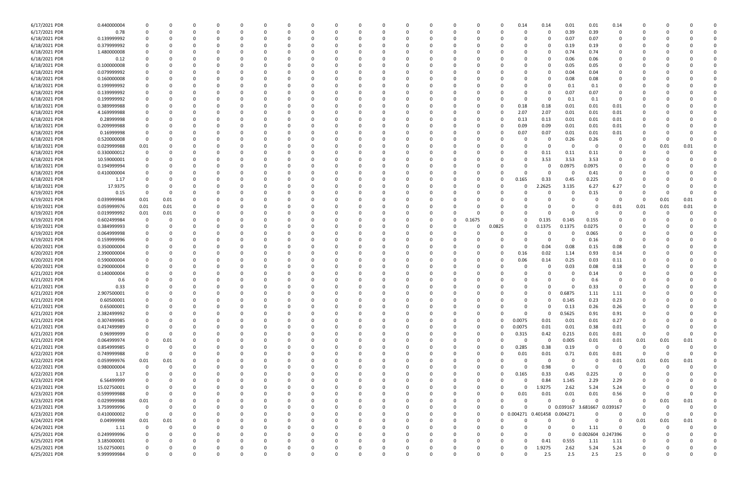| | | | | | | | | | | | | | | | | | | | | | | | | | |
|---|---|---|---|---|---|---|---|---|---|---|---|---|---|---|---|---|---|---|---|---|---|---|---|---|---|
| 6/17/2021 PDR | 0.440000004 | 0 | 0 | 0 | 0 | 0 | 0 | 0 | 0 | 0 | 0 | 0 | 0 | 0 | 0 | 0 | 0.14 | 0.14 | 0.01 | 0.01 | 0.14 | 0 | 0 | 0 | 0 |
| 6/17/2021 PDR | 0.78 | 0 | 0 | 0 | 0 | 0 | 0 | 0 | 0 | 0 | 0 | 0 | 0 | 0 | 0 | 0 | 0 | 0 | 0.39 | 0.39 | 0 | 0 | 0 | 0 | 0 |
| 6/18/2021 PDR | 0.139999992 | 0 | 0 | 0 | 0 | 0 | 0 | 0 | 0 | 0 | 0 | 0 | 0 | 0 | 0 | 0 | 0 | 0 | 0.07 | 0.07 | 0 | 0 | 0 | 0 | 0 |
| 6/18/2021 PDR | 0.379999992 | 0 | 0 | 0 | 0 | 0 | 0 | 0 | 0 | 0 | 0 | 0 | 0 | 0 | 0 | 0 | 0 | 0 | 0.19 | 0.19 | 0 | 0 | 0 | 0 | 0 |
| 6/18/2021 PDR | 1.480000008 | 0 | 0 | 0 | 0 | 0 | 0 | 0 | 0 | 0 | 0 | 0 | 0 | 0 | 0 | 0 | 0 | 0 | 0.74 | 0.74 | 0 | 0 | 0 | 0 | 0 |
| 6/18/2021 PDR | 0.12 | 0 | 0 | 0 | 0 | 0 | 0 | 0 | 0 | 0 | 0 | 0 | 0 | 0 | 0 | 0 | 0 | 0 | 0.06 | 0.06 | 0 | 0 | 0 | 0 | 0 |
| 6/18/2021 PDR | 0.100000008 | 0 | 0 | 0 | 0 | 0 | 0 | 0 | 0 | 0 | 0 | 0 | 0 | 0 | 0 | 0 | 0 | 0 | 0.05 | 0.05 | 0 | 0 | 0 | 0 | 0 |
| 6/18/2021 PDR | 0.079999992 | 0 | 0 | 0 | 0 | 0 | 0 | 0 | 0 | 0 | 0 | 0 | 0 | 0 | 0 | 0 | 0 | 0 | 0.04 | 0.04 | 0 | 0 | 0 | 0 | 0 |
| 6/18/2021 PDR | 0.160000008 | 0 | 0 | 0 | 0 | 0 | 0 | 0 | 0 | 0 | 0 | 0 | 0 | 0 | 0 | 0 | 0 | 0 | 0.08 | 0.08 | 0 | 0 | 0 | 0 | 0 |
| 6/18/2021 PDR | 0.199999992 | 0 | 0 | 0 | 0 | 0 | 0 | 0 | 0 | 0 | 0 | 0 | 0 | 0 | 0 | 0 | 0 | 0 | 0.1 | 0.1 | 0 | 0 | 0 | 0 | 0 |
| 6/18/2021 PDR | 0.139999992 | 0 | 0 | 0 | 0 | 0 | 0 | 0 | 0 | 0 | 0 | 0 | 0 | 0 | 0 | 0 | 0 | 0 | 0.07 | 0.07 | 0 | 0 | 0 | 0 | 0 |
| 6/18/2021 PDR | 0.199999992 | 0 | 0 | 0 | 0 | 0 | 0 | 0 | 0 | 0 | 0 | 0 | 0 | 0 | 0 | 0 | 0 | 0 | 0.1 | 0.1 | 0 | 0 | 0 | 0 | 0 |
| 6/18/2021 PDR | 0.389999988 | 0 | 0 | 0 | 0 | 0 | 0 | 0 | 0 | 0 | 0 | 0 | 0 | 0 | 0 | 0 | 0.18 | 0.18 | 0.01 | 0.01 | 0.01 | 0 | 0 | 0 | 0 |
| 6/18/2021 PDR | 4.169999988 | 0 | 0 | 0 | 0 | 0 | 0 | 0 | 0 | 0 | 0 | 0 | 0 | 0 | 0 | 0 | 2.07 | 2.07 | 0.01 | 0.01 | 0.01 | 0 | 0 | 0 | 0 |
| 6/18/2021 PDR | 0.28999998 | 0 | 0 | 0 | 0 | 0 | 0 | 0 | 0 | 0 | 0 | 0 | 0 | 0 | 0 | 0 | 0.13 | 0.13 | 0.01 | 0.01 | 0.01 | 0 | 0 | 0 | 0 |
| 6/18/2021 PDR | 0.209999988 | 0 | 0 | 0 | 0 | 0 | 0 | 0 | 0 | 0 | 0 | 0 | 0 | 0 | 0 | 0 | 0.09 | 0.09 | 0.01 | 0.01 | 0.01 | 0 | 0 | 0 | 0 |
| 6/18/2021 PDR | 0.16999998 | 0 | 0 | 0 | 0 | 0 | 0 | 0 | 0 | 0 | 0 | 0 | 0 | 0 | 0 | 0 | 0.07 | 0.07 | 0.01 | 0.01 | 0.01 | 0 | 0 | 0 | 0 |
| 6/18/2021 PDR | 0.520000008 | 0 | 0 | 0 | 0 | 0 | 0 | 0 | 0 | 0 | 0 | 0 | 0 | 0 | 0 | 0 | 0 | 0 | 0.26 | 0.26 | 0 | 0 | 0 | 0 | 0 |
| 6/18/2021 PDR | 0.029999988 | 0.01 | 0 | 0 | 0 | 0 | 0 | 0 | 0 | 0 | 0 | 0 | 0 | 0 | 0 | 0 | 0 | 0 | 0 | 0 | 0 | 0 | 0.01 | 0.01 | 0 |
| 6/18/2021 PDR | 0.330000012 | 0 | 0 | 0 | 0 | 0 | 0 | 0 | 0 | 0 | 0 | 0 | 0 | 0 | 0 | 0 | 0 | 0.11 | 0.11 | 0.11 | 0 | 0 | 0 | 0 | 0 |
| 6/18/2021 PDR | 10.59000001 | 0 | 0 | 0 | 0 | 0 | 0 | 0 | 0 | 0 | 0 | 0 | 0 | 0 | 0 | 0 | 0 | 3.53 | 3.53 | 3.53 | 0 | 0 | 0 | 0 | 0 |
| 6/18/2021 PDR | 0.19999994 | 0 | 0 | 0 | 0 | 0 | 0 | 0 | 0 | 0 | 0 | 0 | 0 | 0 | 0 | 0 | 0 | 0 | 0.0975 | 0.0975 | 0 | 0 | 0 | 0 | 0 |
| 6/18/2021 PDR | 0.410000004 | 0 | 0 | 0 | 0 | 0 | 0 | 0 | 0 | 0 | 0 | 0 | 0 | 0 | 0 | 0 | 0 | 0 | 0 | 0.41 | 0 | 0 | 0 | 0 | 0 |
| 6/18/2021 PDR | 1.17 | 0 | 0 | 0 | 0 | 0 | 0 | 0 | 0 | 0 | 0 | 0 | 0 | 0 | 0 | 0 | 0.165 | 0.33 | 0.45 | 0.225 | 0 | 0 | 0 | 0 | 0 |
| 6/18/2021 PDR | 17.9375 | 0 | 0 | 0 | 0 | 0 | 0 | 0 | 0 | 0 | 0 | 0 | 0 | 0 | 0 | 0 | 0 | 2.2625 | 3.135 | 6.27 | 6.27 | 0 | 0 | 0 | 0 |
| 6/19/2021 PDR | 0.15 | 0 | 0 | 0 | 0 | 0 | 0 | 0 | 0 | 0 | 0 | 0 | 0 | 0 | 0 | 0 | 0 | 0 | 0 | 0.15 | 0 | 0 | 0 | 0 | 0 |
| 6/19/2021 PDR | 0.039999984 | 0.01 | 0.01 | 0 | 0 | 0 | 0 | 0 | 0 | 0 | 0 | 0 | 0 | 0 | 0 | 0 | 0 | 0 | 0 | 0 | 0 | 0 | 0.01 | 0.01 | 0 |
| 6/19/2021 PDR | 0.059999976 | 0.01 | 0.01 | 0 | 0 | 0 | 0 | 0 | 0 | 0 | 0 | 0 | 0 | 0 | 0 | 0 | 0 | 0 | 0 | 0 | 0.01 | 0.01 | 0.01 | 0.01 | 0 |
| 6/19/2021 PDR | 0.019999992 | 0.01 | 0.01 | 0 | 0 | 0 | 0 | 0 | 0 | 0 | 0 | 0 | 0 | 0 | 0 | 0 | 0 | 0 | 0 | 0 | 0 | 0 | 0 | 0 | 0 |
| 6/19/2021 PDR | 0.602499984 | 0 | 0 | 0 | 0 | 0 | 0 | 0 | 0 | 0 | 0 | 0 | 0 | 0 | 0.1675 | 0 | 0 | 0.135 | 0.145 | 0.155 | 0 | 0 | 0 | 0 | 0 |
| 6/19/2021 PDR | 0.384999993 | 0 | 0 | 0 | 0 | 0 | 0 | 0 | 0 | 0 | 0 | 0 | 0 | 0 | 0 | 0.0825 | 0 | 0.1375 | 0.1375 | 0.0275 | 0 | 0 | 0 | 0 | 0 |
| 6/19/2021 PDR | 0.064999998 | 0 | 0 | 0 | 0 | 0 | 0 | 0 | 0 | 0 | 0 | 0 | 0 | 0 | 0 | 0 | 0 | 0 | 0 | 0.065 | 0 | 0 | 0 | 0 | 0 |
| 6/19/2021 PDR | 0.159999996 | 0 | 0 | 0 | 0 | 0 | 0 | 0 | 0 | 0 | 0 | 0 | 0 | 0 | 0 | 0 | 0 | 0 | 0 | 0.16 | 0 | 0 | 0 | 0 | 0 |
| 6/20/2021 PDR | 0.350000004 | 0 | 0 | 0 | 0 | 0 | 0 | 0 | 0 | 0 | 0 | 0 | 0 | 0 | 0 | 0 | 0 | 0.04 | 0.08 | 0.15 | 0.08 | 0 | 0 | 0 | 0 |
| 6/20/2021 PDR | 2.390000004 | 0 | 0 | 0 | 0 | 0 | 0 | 0 | 0 | 0 | 0 | 0 | 0 | 0 | 0 | 0 | 0.16 | 0.02 | 1.14 | 0.93 | 0.14 | 0 | 0 | 0 | 0 |
| 6/20/2021 PDR | 0.590000004 | 0 | 0 | 0 | 0 | 0 | 0 | 0 | 0 | 0 | 0 | 0 | 0 | 0 | 0 | 0 | 0.06 | 0.14 | 0.25 | 0.03 | 0.11 | 0 | 0 | 0 | 0 |
| 6/20/2021 PDR | 0.290000004 | 0 | 0 | 0 | 0 | 0 | 0 | 0 | 0 | 0 | 0 | 0 | 0 | 0 | 0 | 0 | 0 | 0 | 0.03 | 0.08 | 0.18 | 0 | 0 | 0 | 0 |
| 6/21/2021 PDR | 0.140000004 | 0 | 0 | 0 | 0 | 0 | 0 | 0 | 0 | 0 | 0 | 0 | 0 | 0 | 0 | 0 | 0 | 0 | 0 | 0.14 | 0 | 0 | 0 | 0 | 0 |
| 6/21/2021 PDR | 0.6 | 0 | 0 | 0 | 0 | 0 | 0 | 0 | 0 | 0 | 0 | 0 | 0 | 0 | 0 | 0 | 0 | 0 | 0 | 0.6 | 0 | 0 | 0 | 0 | 0 |
| 6/21/2021 PDR | 0.33 | 0 | 0 | 0 | 0 | 0 | 0 | 0 | 0 | 0 | 0 | 0 | 0 | 0 | 0 | 0 | 0 | 0 | 0 | 0.33 | 0 | 0 | 0 | 0 | 0 |
| 6/21/2021 PDR | 2.907500001 | 0 | 0 | 0 | 0 | 0 | 0 | 0 | 0 | 0 | 0 | 0 | 0 | 0 | 0 | 0 | 0 | 0 | 0.6875 | 1.11 | 1.11 | 0 | 0 | 0 | 0 |
| 6/21/2021 PDR | 0.60500001 | 0 | 0 | 0 | 0 | 0 | 0 | 0 | 0 | 0 | 0 | 0 | 0 | 0 | 0 | 0 | 0 | 0 | 0.145 | 0.23 | 0.23 | 0 | 0 | 0 | 0 |
| 6/21/2021 PDR | 0.65000001 | 0 | 0 | 0 | 0 | 0 | 0 | 0 | 0 | 0 | 0 | 0 | 0 | 0 | 0 | 0 | 0 | 0 | 0.13 | 0.26 | 0.26 | 0 | 0 | 0 | 0 |
| 6/21/2021 PDR | 2.382499992 | 0 | 0 | 0 | 0 | 0 | 0 | 0 | 0 | 0 | 0 | 0 | 0 | 0 | 0 | 0 | 0 | 0 | 0.5625 | 0.91 | 0.91 | 0 | 0 | 0 | 0 |
| 6/21/2021 PDR | 0.307499985 | 0 | 0 | 0 | 0 | 0 | 0 | 0 | 0 | 0 | 0 | 0 | 0 | 0 | 0 | 0 | 0.0075 | 0.01 | 0.01 | 0.01 | 0.27 | 0 | 0 | 0 | 0 |
| 6/21/2021 PDR | 0.417499989 | 0 | 0 | 0 | 0 | 0 | 0 | 0 | 0 | 0 | 0 | 0 | 0 | 0 | 0 | 0 | 0.0075 | 0.01 | 0.01 | 0.38 | 0.01 | 0 | 0 | 0 | 0 |
| 6/21/2021 PDR | 0.96999999 | 0 | 0 | 0 | 0 | 0 | 0 | 0 | 0 | 0 | 0 | 0 | 0 | 0 | 0 | 0 | 0.315 | 0.42 | 0.215 | 0.01 | 0.01 | 0 | 0 | 0 | 0 |
| 6/21/2021 PDR | 0.064999974 | 0 | 0.01 | 0 | 0 | 0 | 0 | 0 | 0 | 0 | 0 | 0 | 0 | 0 | 0 | 0 | 0 | 0 | 0.005 | 0.01 | 0.01 | 0.01 | 0.01 | 0.01 | 0 |
| 6/21/2021 PDR | 0.854999985 | 0 | 0 | 0 | 0 | 0 | 0 | 0 | 0 | 0 | 0 | 0 | 0 | 0 | 0 | 0 | 0.285 | 0.38 | 0.19 | 0 | 0 | 0 | 0 | 0 | 0 |
| 6/22/2021 PDR | 0.749999988 | 0 | 0 | 0 | 0 | 0 | 0 | 0 | 0 | 0 | 0 | 0 | 0 | 0 | 0 | 0 | 0.01 | 0.01 | 0.71 | 0.01 | 0.01 | 0 | 0 | 0 | 0 |
| 6/22/2021 PDR | 0.059999976 | 0.01 | 0.01 | 0 | 0 | 0 | 0 | 0 | 0 | 0 | 0 | 0 | 0 | 0 | 0 | 0 | 0 | 0 | 0 | 0 | 0.01 | 0.01 | 0.01 | 0.01 | 0 |
| 6/22/2021 PDR | 0.980000004 | 0 | 0 | 0 | 0 | 0 | 0 | 0 | 0 | 0 | 0 | 0 | 0 | 0 | 0 | 0 | 0 | 0.98 | 0 | 0 | 0 | 0 | 0 | 0 | 0 |
| 6/22/2021 PDR | 1.17 | 0 | 0 | 0 | 0 | 0 | 0 | 0 | 0 | 0 | 0 | 0 | 0 | 0 | 0 | 0 | 0.165 | 0.33 | 0.45 | 0.225 | 0 | 0 | 0 | 0 | 0 |
| 6/23/2021 PDR | 6.56499999 | 0 | 0 | 0 | 0 | 0 | 0 | 0 | 0 | 0 | 0 | 0 | 0 | 0 | 0 | 0 | 0 | 0.84 | 1.145 | 2.29 | 2.29 | 0 | 0 | 0 | 0 |
| 6/23/2021 PDR | 15.02750001 | 0 | 0 | 0 | 0 | 0 | 0 | 0 | 0 | 0 | 0 | 0 | 0 | 0 | 0 | 0 | 0 | 1.9275 | 2.62 | 5.24 | 5.24 | 0 | 0 | 0 | 0 |
| 6/23/2021 PDR | 0.599999988 | 0 | 0 | 0 | 0 | 0 | 0 | 0 | 0 | 0 | 0 | 0 | 0 | 0 | 0 | 0 | 0.01 | 0.01 | 0.01 | 0.01 | 0.56 | 0 | 0 | 0 | 0 |
| 6/23/2021 PDR | 0.029999988 | 0.01 | 0 | 0 | 0 | 0 | 0 | 0 | 0 | 0 | 0 | 0 | 0 | 0 | 0 | 0 | 0 | 0 | 0 | 0 | 0 | 0 | 0.01 | 0.01 | 0 |
| 6/23/2021 PDR | 3.759999996 | 0 | 0 | 0 | 0 | 0 | 0 | 0 | 0 | 0 | 0 | 0 | 0 | 0 | 0 | 0 | 0 | 0 | 0.039167 | 3.681667 | 0.039167 | 0 | 0 | 0 | 0 |
| 6/23/2021 PDR | 0.410000002 | 0 | 0 | 0 | 0 | 0 | 0 | 0 | 0 | 0 | 0 | 0 | 0 | 0 | 0 | 0 | 0.004271 | 0.401458 | 0.004271 | 0 | 0 | 0 | 0 | 0 | 0 |
| 6/24/2021 PDR | 0.04999998 | 0.01 | 0.01 | 0 | 0 | 0 | 0 | 0 | 0 | 0 | 0 | 0 | 0 | 0 | 0 | 0 | 0 | 0 | 0 | 0 | 0 | 0.01 | 0.01 | 0.01 | 0 |
| 6/24/2021 PDR | 1.11 | 0 | 0 | 0 | 0 | 0 | 0 | 0 | 0 | 0 | 0 | 0 | 0 | 0 | 0 | 0 | 0 | 0 | 0 | 1.11 | 0 | 0 | 0 | 0 | 0 |
| 6/25/2021 PDR | 0.249999996 | 0 | 0 | 0 | 0 | 0 | 0 | 0 | 0 | 0 | 0 | 0 | 0 | 0 | 0 | 0 | 0 | 0 | 0 | 0.002604 | 0.247396 | 0 | 0 | 0 | 0 |
| 6/25/2021 PDR | 3.185000001 | 0 | 0 | 0 | 0 | 0 | 0 | 0 | 0 | 0 | 0 | 0 | 0 | 0 | 0 | 0 | 0 | 0.41 | 0.555 | 1.11 | 1.11 | 0 | 0 | 0 | 0 |
| 6/25/2021 PDR | 15.02750001 | 0 | 0 | 0 | 0 | 0 | 0 | 0 | 0 | 0 | 0 | 0 | 0 | 0 | 0 | 0 | 0 | 1.9275 | 2.62 | 5.24 | 5.24 | 0 | 0 | 0 | 0 |
| 6/25/2021 PDR | 9.999999984 | 0 | 0 | 0 | 0 | 0 | 0 | 0 | 0 | 0 | 0 | 0 | 0 | 0 | 0 | 0 | 0 | 2.5 | 2.5 | 2.5 | 2.5 | 0 | 0 | 0 | 0 |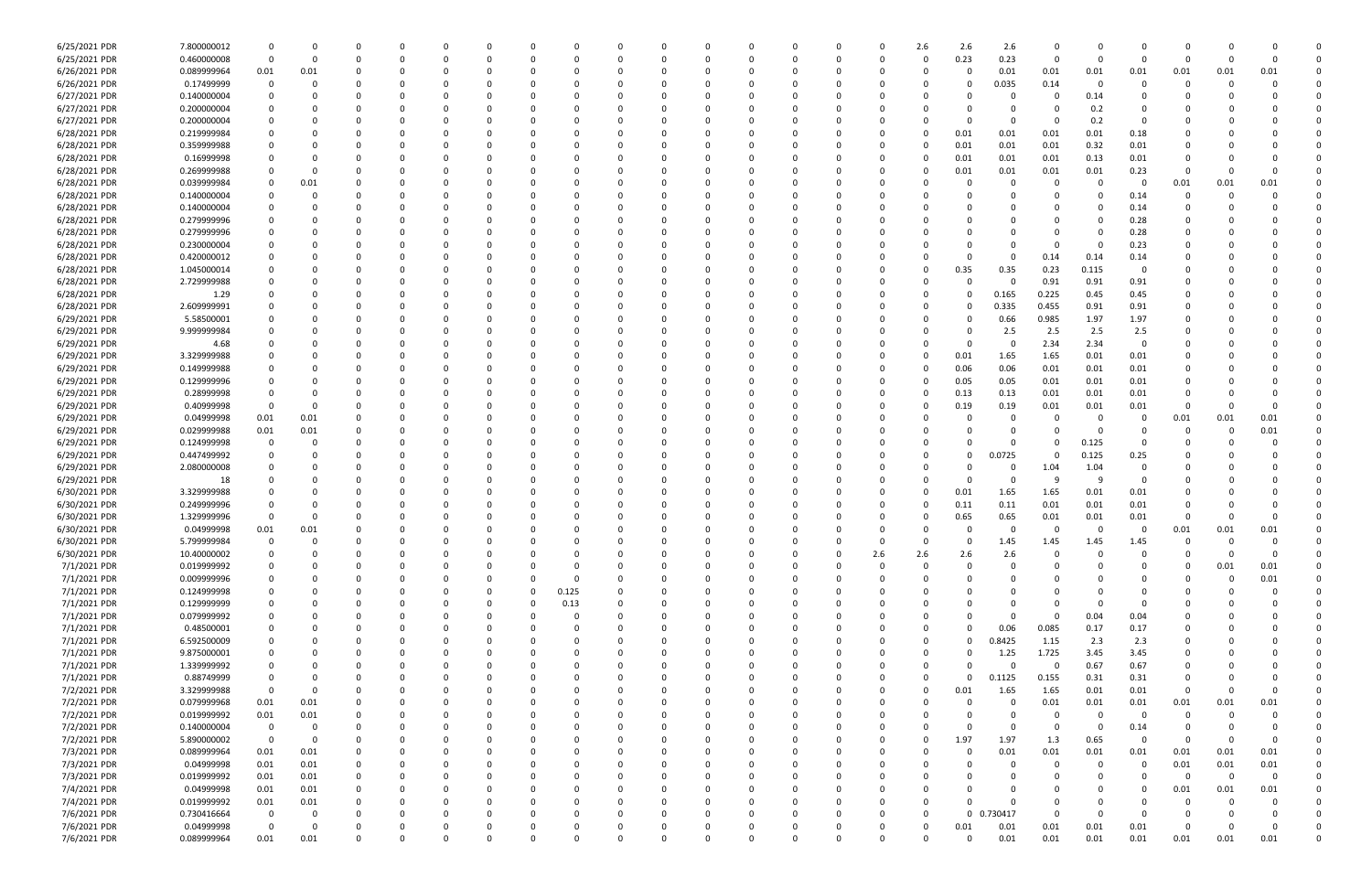| | | | | | | | | | | | | | | | | | | | | | | | | | | |
|---|---|---|---|---|---|---|---|---|---|---|---|---|---|---|---|---|---|---|---|---|---|---|---|---|---|---|
| 6/25/2021 PDR | 7.800000012 | 0 | 0 | 0 | 0 | 0 | 0 | 0 | 0 | 0 | 0 | 0 | 0 | 0 | 0 | 0 | 2.6 | 2.6 | 2.6 | 0 | 0 | 0 | 0 | 0 | 0 | 0 |
| 6/25/2021 PDR | 0.460000008 | 0 | 0 | 0 | 0 | 0 | 0 | 0 | 0 | 0 | 0 | 0 | 0 | 0 | 0 | 0 | 0 | 0.23 | 0.23 | 0 | 0 | 0 | 0 | 0 | 0 | 0 |
| 6/26/2021 PDR | 0.089999964 | 0.01 | 0.01 | 0 | 0 | 0 | 0 | 0 | 0 | 0 | 0 | 0 | 0 | 0 | 0 | 0 | 0 | 0 | 0.01 | 0.01 | 0.01 | 0.01 | 0.01 | 0.01 | 0.01 | 0 |
| 6/26/2021 PDR | 0.17499999 | 0 | 0 | 0 | 0 | 0 | 0 | 0 | 0 | 0 | 0 | 0 | 0 | 0 | 0 | 0 | 0 | 0 | 0.035 | 0.14 | 0 | 0 | 0 | 0 | 0 | 0 |
| 6/27/2021 PDR | 0.140000004 | 0 | 0 | 0 | 0 | 0 | 0 | 0 | 0 | 0 | 0 | 0 | 0 | 0 | 0 | 0 | 0 | 0 | 0 | 0 | 0.14 | 0 | 0 | 0 | 0 | 0 |
| 6/27/2021 PDR | 0.200000004 | 0 | 0 | 0 | 0 | 0 | 0 | 0 | 0 | 0 | 0 | 0 | 0 | 0 | 0 | 0 | 0 | 0 | 0 | 0 | 0.2 | 0 | 0 | 0 | 0 | 0 |
| 6/27/2021 PDR | 0.200000004 | 0 | 0 | 0 | 0 | 0 | 0 | 0 | 0 | 0 | 0 | 0 | 0 | 0 | 0 | 0 | 0 | 0 | 0 | 0 | 0.2 | 0 | 0 | 0 | 0 | 0 |
| 6/28/2021 PDR | 0.219999984 | 0 | 0 | 0 | 0 | 0 | 0 | 0 | 0 | 0 | 0 | 0 | 0 | 0 | 0 | 0 | 0 | 0.01 | 0.01 | 0.01 | 0.01 | 0.18 | 0 | 0 | 0 | 0 |
| 6/28/2021 PDR | 0.359999988 | 0 | 0 | 0 | 0 | 0 | 0 | 0 | 0 | 0 | 0 | 0 | 0 | 0 | 0 | 0 | 0 | 0.01 | 0.01 | 0.01 | 0.32 | 0.01 | 0 | 0 | 0 | 0 |
| 6/28/2021 PDR | 0.16999998 | 0 | 0 | 0 | 0 | 0 | 0 | 0 | 0 | 0 | 0 | 0 | 0 | 0 | 0 | 0 | 0 | 0.01 | 0.01 | 0.01 | 0.13 | 0.01 | 0 | 0 | 0 | 0 |
| 6/28/2021 PDR | 0.269999988 | 0 | 0 | 0 | 0 | 0 | 0 | 0 | 0 | 0 | 0 | 0 | 0 | 0 | 0 | 0 | 0 | 0.01 | 0.01 | 0.01 | 0.01 | 0.23 | 0 | 0 | 0 | 0 |
| 6/28/2021 PDR | 0.039999984 | 0 | 0.01 | 0 | 0 | 0 | 0 | 0 | 0 | 0 | 0 | 0 | 0 | 0 | 0 | 0 | 0 | 0 | 0 | 0 | 0 | 0 | 0.01 | 0.01 | 0.01 | 0 |
| 6/28/2021 PDR | 0.140000004 | 0 | 0 | 0 | 0 | 0 | 0 | 0 | 0 | 0 | 0 | 0 | 0 | 0 | 0 | 0 | 0 | 0 | 0 | 0 | 0 | 0.14 | 0 | 0 | 0 | 0 |
| 6/28/2021 PDR | 0.140000004 | 0 | 0 | 0 | 0 | 0 | 0 | 0 | 0 | 0 | 0 | 0 | 0 | 0 | 0 | 0 | 0 | 0 | 0 | 0 | 0 | 0.14 | 0 | 0 | 0 | 0 |
| 6/28/2021 PDR | 0.279999996 | 0 | 0 | 0 | 0 | 0 | 0 | 0 | 0 | 0 | 0 | 0 | 0 | 0 | 0 | 0 | 0 | 0 | 0 | 0 | 0 | 0.28 | 0 | 0 | 0 | 0 |
| 6/28/2021 PDR | 0.279999996 | 0 | 0 | 0 | 0 | 0 | 0 | 0 | 0 | 0 | 0 | 0 | 0 | 0 | 0 | 0 | 0 | 0 | 0 | 0 | 0 | 0.28 | 0 | 0 | 0 | 0 |
| 6/28/2021 PDR | 0.230000004 | 0 | 0 | 0 | 0 | 0 | 0 | 0 | 0 | 0 | 0 | 0 | 0 | 0 | 0 | 0 | 0 | 0 | 0 | 0 | 0 | 0.23 | 0 | 0 | 0 | 0 |
| 6/28/2021 PDR | 0.420000012 | 0 | 0 | 0 | 0 | 0 | 0 | 0 | 0 | 0 | 0 | 0 | 0 | 0 | 0 | 0 | 0 | 0 | 0 | 0.14 | 0.14 | 0.14 | 0 | 0 | 0 | 0 |
| 6/28/2021 PDR | 1.045000014 | 0 | 0 | 0 | 0 | 0 | 0 | 0 | 0 | 0 | 0 | 0 | 0 | 0 | 0 | 0 | 0 | 0.35 | 0.35 | 0.23 | 0.115 | 0 | 0 | 0 | 0 | 0 |
| 6/28/2021 PDR | 2.729999988 | 0 | 0 | 0 | 0 | 0 | 0 | 0 | 0 | 0 | 0 | 0 | 0 | 0 | 0 | 0 | 0 | 0 | 0 | 0.91 | 0.91 | 0.91 | 0 | 0 | 0 | 0 |
| 6/28/2021 PDR | 1.29 | 0 | 0 | 0 | 0 | 0 | 0 | 0 | 0 | 0 | 0 | 0 | 0 | 0 | 0 | 0 | 0 | 0 | 0.165 | 0.225 | 0.45 | 0.45 | 0 | 0 | 0 | 0 |
| 6/28/2021 PDR | 2.609999991 | 0 | 0 | 0 | 0 | 0 | 0 | 0 | 0 | 0 | 0 | 0 | 0 | 0 | 0 | 0 | 0 | 0 | 0.335 | 0.455 | 0.91 | 0.91 | 0 | 0 | 0 | 0 |
| 6/29/2021 PDR | 5.58500001 | 0 | 0 | 0 | 0 | 0 | 0 | 0 | 0 | 0 | 0 | 0 | 0 | 0 | 0 | 0 | 0 | 0 | 0.66 | 0.985 | 1.97 | 1.97 | 0 | 0 | 0 | 0 |
| 6/29/2021 PDR | 9.999999984 | 0 | 0 | 0 | 0 | 0 | 0 | 0 | 0 | 0 | 0 | 0 | 0 | 0 | 0 | 0 | 0 | 0 | 2.5 | 2.5 | 2.5 | 2.5 | 0 | 0 | 0 | 0 |
| 6/29/2021 PDR | 4.68 | 0 | 0 | 0 | 0 | 0 | 0 | 0 | 0 | 0 | 0 | 0 | 0 | 0 | 0 | 0 | 0 | 0 | 0 | 2.34 | 2.34 | 0 | 0 | 0 | 0 | 0 |
| 6/29/2021 PDR | 3.329999988 | 0 | 0 | 0 | 0 | 0 | 0 | 0 | 0 | 0 | 0 | 0 | 0 | 0 | 0 | 0 | 0 | 0.01 | 1.65 | 1.65 | 0.01 | 0.01 | 0 | 0 | 0 | 0 |
| 6/29/2021 PDR | 0.149999988 | 0 | 0 | 0 | 0 | 0 | 0 | 0 | 0 | 0 | 0 | 0 | 0 | 0 | 0 | 0 | 0 | 0.06 | 0.06 | 0.01 | 0.01 | 0.01 | 0 | 0 | 0 | 0 |
| 6/29/2021 PDR | 0.129999996 | 0 | 0 | 0 | 0 | 0 | 0 | 0 | 0 | 0 | 0 | 0 | 0 | 0 | 0 | 0 | 0 | 0.05 | 0.05 | 0.01 | 0.01 | 0.01 | 0 | 0 | 0 | 0 |
| 6/29/2021 PDR | 0.28999998 | 0 | 0 | 0 | 0 | 0 | 0 | 0 | 0 | 0 | 0 | 0 | 0 | 0 | 0 | 0 | 0 | 0.13 | 0.13 | 0.01 | 0.01 | 0.01 | 0 | 0 | 0 | 0 |
| 6/29/2021 PDR | 0.40999998 | 0 | 0 | 0 | 0 | 0 | 0 | 0 | 0 | 0 | 0 | 0 | 0 | 0 | 0 | 0 | 0 | 0.19 | 0.19 | 0.01 | 0.01 | 0.01 | 0 | 0 | 0 | 0 |
| 6/29/2021 PDR | 0.04999998 | 0.01 | 0.01 | 0 | 0 | 0 | 0 | 0 | 0 | 0 | 0 | 0 | 0 | 0 | 0 | 0 | 0 | 0 | 0 | 0 | 0 | 0 | 0.01 | 0.01 | 0.01 | 0 |
| 6/29/2021 PDR | 0.029999988 | 0.01 | 0.01 | 0 | 0 | 0 | 0 | 0 | 0 | 0 | 0 | 0 | 0 | 0 | 0 | 0 | 0 | 0 | 0 | 0 | 0 | 0 | 0 | 0 | 0.01 | 0 |
| 6/29/2021 PDR | 0.124999998 | 0 | 0 | 0 | 0 | 0 | 0 | 0 | 0 | 0 | 0 | 0 | 0 | 0 | 0 | 0 | 0 | 0 | 0 | 0 | 0.125 | 0 | 0 | 0 | 0 | 0 |
| 6/29/2021 PDR | 0.447499992 | 0 | 0 | 0 | 0 | 0 | 0 | 0 | 0 | 0 | 0 | 0 | 0 | 0 | 0 | 0 | 0 | 0 | 0.0725 | 0 | 0.125 | 0.25 | 0 | 0 | 0 | 0 |
| 6/29/2021 PDR | 2.080000008 | 0 | 0 | 0 | 0 | 0 | 0 | 0 | 0 | 0 | 0 | 0 | 0 | 0 | 0 | 0 | 0 | 0 | 0 | 1.04 | 1.04 | 0 | 0 | 0 | 0 | 0 |
| 6/29/2021 PDR | 18 | 0 | 0 | 0 | 0 | 0 | 0 | 0 | 0 | 0 | 0 | 0 | 0 | 0 | 0 | 0 | 0 | 0 | 0 | 9 | 9 | 0 | 0 | 0 | 0 | 0 |
| 6/30/2021 PDR | 3.329999988 | 0 | 0 | 0 | 0 | 0 | 0 | 0 | 0 | 0 | 0 | 0 | 0 | 0 | 0 | 0 | 0 | 0.01 | 1.65 | 1.65 | 0.01 | 0.01 | 0 | 0 | 0 | 0 |
| 6/30/2021 PDR | 0.249999996 | 0 | 0 | 0 | 0 | 0 | 0 | 0 | 0 | 0 | 0 | 0 | 0 | 0 | 0 | 0 | 0 | 0.11 | 0.11 | 0.01 | 0.01 | 0.01 | 0 | 0 | 0 | 0 |
| 6/30/2021 PDR | 1.329999996 | 0 | 0 | 0 | 0 | 0 | 0 | 0 | 0 | 0 | 0 | 0 | 0 | 0 | 0 | 0 | 0 | 0.65 | 0.65 | 0.01 | 0.01 | 0.01 | 0 | 0 | 0 | 0 |
| 6/30/2021 PDR | 0.04999998 | 0.01 | 0.01 | 0 | 0 | 0 | 0 | 0 | 0 | 0 | 0 | 0 | 0 | 0 | 0 | 0 | 0 | 0 | 0 | 0 | 0 | 0 | 0.01 | 0.01 | 0.01 | 0 |
| 6/30/2021 PDR | 5.799999984 | 0 | 0 | 0 | 0 | 0 | 0 | 0 | 0 | 0 | 0 | 0 | 0 | 0 | 0 | 0 | 0 | 0 | 1.45 | 1.45 | 1.45 | 1.45 | 0 | 0 | 0 | 0 |
| 6/30/2021 PDR | 10.40000002 | 0 | 0 | 0 | 0 | 0 | 0 | 0 | 0 | 0 | 0 | 0 | 0 | 0 | 0 | 2.6 | 2.6 | 2.6 | 2.6 | 0 | 0 | 0 | 0 | 0 | 0 | 0 |
| 7/1/2021 PDR | 0.019999992 | 0 | 0 | 0 | 0 | 0 | 0 | 0 | 0 | 0 | 0 | 0 | 0 | 0 | 0 | 0 | 0 | 0 | 0 | 0 | 0 | 0 | 0 | 0.01 | 0.01 | 0 |
| 7/1/2021 PDR | 0.009999996 | 0 | 0 | 0 | 0 | 0 | 0 | 0 | 0 | 0 | 0 | 0 | 0 | 0 | 0 | 0 | 0 | 0 | 0 | 0 | 0 | 0 | 0 | 0 | 0.01 | 0 |
| 7/1/2021 PDR | 0.124999998 | 0 | 0 | 0 | 0 | 0 | 0 | 0 | 0.125 | 0 | 0 | 0 | 0 | 0 | 0 | 0 | 0 | 0 | 0 | 0 | 0 | 0 | 0 | 0 | 0 | 0 |
| 7/1/2021 PDR | 0.129999999 | 0 | 0 | 0 | 0 | 0 | 0 | 0 | 0.13 | 0 | 0 | 0 | 0 | 0 | 0 | 0 | 0 | 0 | 0 | 0 | 0 | 0 | 0 | 0 | 0 | 0 |
| 7/1/2021 PDR | 0.079999992 | 0 | 0 | 0 | 0 | 0 | 0 | 0 | 0 | 0 | 0 | 0 | 0 | 0 | 0 | 0 | 0 | 0 | 0 | 0 | 0.04 | 0.04 | 0 | 0 | 0 | 0 |
| 7/1/2021 PDR | 0.48500001 | 0 | 0 | 0 | 0 | 0 | 0 | 0 | 0 | 0 | 0 | 0 | 0 | 0 | 0 | 0 | 0 | 0 | 0.06 | 0.085 | 0.17 | 0.17 | 0 | 0 | 0 | 0 |
| 7/1/2021 PDR | 6.592500009 | 0 | 0 | 0 | 0 | 0 | 0 | 0 | 0 | 0 | 0 | 0 | 0 | 0 | 0 | 0 | 0 | 0 | 0.8425 | 1.15 | 2.3 | 2.3 | 0 | 0 | 0 | 0 |
| 7/1/2021 PDR | 9.875000001 | 0 | 0 | 0 | 0 | 0 | 0 | 0 | 0 | 0 | 0 | 0 | 0 | 0 | 0 | 0 | 0 | 0 | 1.25 | 1.725 | 3.45 | 3.45 | 0 | 0 | 0 | 0 |
| 7/1/2021 PDR | 1.339999992 | 0 | 0 | 0 | 0 | 0 | 0 | 0 | 0 | 0 | 0 | 0 | 0 | 0 | 0 | 0 | 0 | 0 | 0 | 0 | 0.67 | 0.67 | 0 | 0 | 0 | 0 |
| 7/1/2021 PDR | 0.88749999 | 0 | 0 | 0 | 0 | 0 | 0 | 0 | 0 | 0 | 0 | 0 | 0 | 0 | 0 | 0 | 0 | 0 | 0.1125 | 0.155 | 0.31 | 0.31 | 0 | 0 | 0 | 0 |
| 7/2/2021 PDR | 3.329999988 | 0 | 0 | 0 | 0 | 0 | 0 | 0 | 0 | 0 | 0 | 0 | 0 | 0 | 0 | 0 | 0 | 0.01 | 1.65 | 1.65 | 0.01 | 0.01 | 0 | 0 | 0 | 0 |
| 7/2/2021 PDR | 0.079999968 | 0.01 | 0.01 | 0 | 0 | 0 | 0 | 0 | 0 | 0 | 0 | 0 | 0 | 0 | 0 | 0 | 0 | 0 | 0 | 0.01 | 0.01 | 0.01 | 0.01 | 0.01 | 0.01 | 0 |
| 7/2/2021 PDR | 0.019999992 | 0.01 | 0.01 | 0 | 0 | 0 | 0 | 0 | 0 | 0 | 0 | 0 | 0 | 0 | 0 | 0 | 0 | 0 | 0 | 0 | 0 | 0 | 0 | 0 | 0 | 0 |
| 7/2/2021 PDR | 0.140000004 | 0 | 0 | 0 | 0 | 0 | 0 | 0 | 0 | 0 | 0 | 0 | 0 | 0 | 0 | 0 | 0 | 0 | 0 | 0 | 0 | 0.14 | 0 | 0 | 0 | 0 |
| 7/2/2021 PDR | 5.890000002 | 0 | 0 | 0 | 0 | 0 | 0 | 0 | 0 | 0 | 0 | 0 | 0 | 0 | 0 | 0 | 0 | 1.97 | 1.97 | 1.3 | 0.65 | 0 | 0 | 0 | 0 | 0 |
| 7/3/2021 PDR | 0.089999964 | 0.01 | 0.01 | 0 | 0 | 0 | 0 | 0 | 0 | 0 | 0 | 0 | 0 | 0 | 0 | 0 | 0 | 0 | 0.01 | 0.01 | 0.01 | 0.01 | 0.01 | 0.01 | 0.01 | 0 |
| 7/3/2021 PDR | 0.04999998 | 0.01 | 0.01 | 0 | 0 | 0 | 0 | 0 | 0 | 0 | 0 | 0 | 0 | 0 | 0 | 0 | 0 | 0 | 0 | 0 | 0 | 0 | 0.01 | 0.01 | 0.01 | 0 |
| 7/3/2021 PDR | 0.019999992 | 0.01 | 0.01 | 0 | 0 | 0 | 0 | 0 | 0 | 0 | 0 | 0 | 0 | 0 | 0 | 0 | 0 | 0 | 0 | 0 | 0 | 0 | 0 | 0 | 0 | 0 |
| 7/4/2021 PDR | 0.04999998 | 0.01 | 0.01 | 0 | 0 | 0 | 0 | 0 | 0 | 0 | 0 | 0 | 0 | 0 | 0 | 0 | 0 | 0 | 0 | 0 | 0 | 0 | 0.01 | 0.01 | 0.01 | 0 |
| 7/4/2021 PDR | 0.019999992 | 0.01 | 0.01 | 0 | 0 | 0 | 0 | 0 | 0 | 0 | 0 | 0 | 0 | 0 | 0 | 0 | 0 | 0 | 0 | 0 | 0 | 0 | 0 | 0 | 0 | 0 |
| 7/6/2021 PDR | 0.730416664 | 0 | 0 | 0 | 0 | 0 | 0 | 0 | 0 | 0 | 0 | 0 | 0 | 0 | 0 | 0 | 0 | 0 | 0.730417 | 0 | 0 | 0 | 0 | 0 | 0 | 0 |
| 7/6/2021 PDR | 0.04999998 | 0 | 0 | 0 | 0 | 0 | 0 | 0 | 0 | 0 | 0 | 0 | 0 | 0 | 0 | 0 | 0 | 0.01 | 0.01 | 0.01 | 0.01 | 0.01 | 0 | 0 | 0 | 0 |
| 7/6/2021 PDR | 0.089999964 | 0.01 | 0.01 | 0 | 0 | 0 | 0 | 0 | 0 | 0 | 0 | 0 | 0 | 0 | 0 | 0 | 0 | 0 | 0.01 | 0.01 | 0.01 | 0.01 | 0.01 | 0.01 | 0.01 | 0 |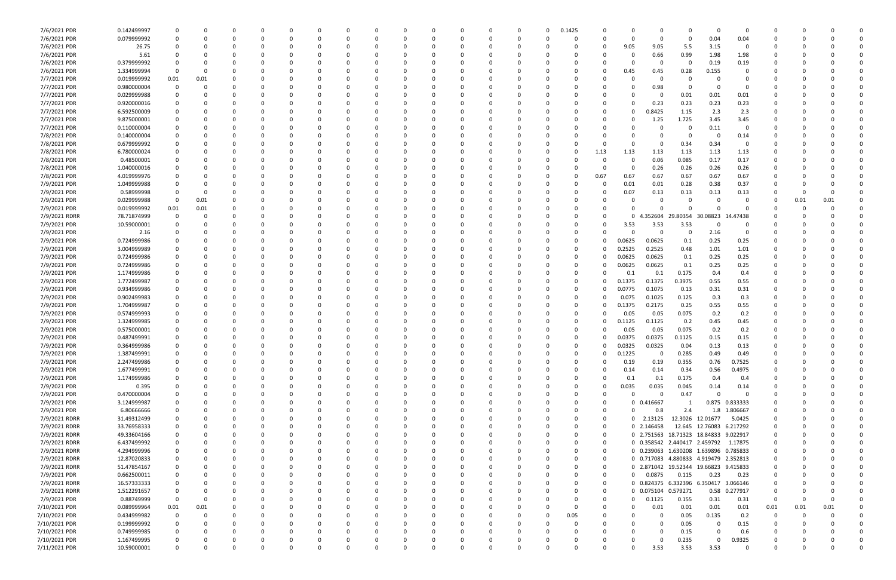| | | | | | | | | | | | | | | | | | | | | | | | | | | |
|---|---|---|---|---|---|---|---|---|---|---|---|---|---|---|---|---|---|---|---|---|---|---|---|---|---|---|
| 7/6/2021 PDR | 0.142499997 | 0 | 0 | 0 | 0 | 0 | 0 | 0 | 0 | 0 | 0 | 0 | 0 | 0 | 0 | 0.1425 | 0 | 0 | 0 | 0 | 0 | 0 | 0 | 0 | 0 | 0 |
| 7/6/2021 PDR | 0.079999992 | 0 | 0 | 0 | 0 | 0 | 0 | 0 | 0 | 0 | 0 | 0 | 0 | 0 | 0 | 0 | 0 | 0 | 0 | 0 | 0.04 | 0.04 | 0 | 0 | 0 | 0 |
| 7/6/2021 PDR | 26.75 | 0 | 0 | 0 | 0 | 0 | 0 | 0 | 0 | 0 | 0 | 0 | 0 | 0 | 0 | 0 | 0 | 9.05 | 9.05 | 5.5 | 3.15 | 0 | 0 | 0 | 0 | 0 |
| 7/6/2021 PDR | 5.61 | 0 | 0 | 0 | 0 | 0 | 0 | 0 | 0 | 0 | 0 | 0 | 0 | 0 | 0 | 0 | 0 | 0 | 0.66 | 0.99 | 1.98 | 1.98 | 0 | 0 | 0 | 0 |
| 7/6/2021 PDR | 0.379999992 | 0 | 0 | 0 | 0 | 0 | 0 | 0 | 0 | 0 | 0 | 0 | 0 | 0 | 0 | 0 | 0 | 0 | 0 | 0 | 0.19 | 0.19 | 0 | 0 | 0 | 0 |
| 7/6/2021 PDR | 1.334999994 | 0 | 0 | 0 | 0 | 0 | 0 | 0 | 0 | 0 | 0 | 0 | 0 | 0 | 0 | 0 | 0 | 0.45 | 0.45 | 0.28 | 0.155 | 0 | 0 | 0 | 0 | 0 |
| 7/7/2021 PDR | 0.019999992 | 0.01 | 0.01 | 0 | 0 | 0 | 0 | 0 | 0 | 0 | 0 | 0 | 0 | 0 | 0 | 0 | 0 | 0 | 0 | 0 | 0 | 0 | 0 | 0 | 0 | 0 |
| 7/7/2021 PDR | 0.980000004 | 0 | 0 | 0 | 0 | 0 | 0 | 0 | 0 | 0 | 0 | 0 | 0 | 0 | 0 | 0 | 0 | 0 | 0.98 | 0 | 0 | 0 | 0 | 0 | 0 | 0 |
| 7/7/2021 PDR | 0.029999988 | 0 | 0 | 0 | 0 | 0 | 0 | 0 | 0 | 0 | 0 | 0 | 0 | 0 | 0 | 0 | 0 | 0 | 0 | 0.01 | 0.01 | 0.01 | 0 | 0 | 0 | 0 |
| 7/7/2021 PDR | 0.920000016 | 0 | 0 | 0 | 0 | 0 | 0 | 0 | 0 | 0 | 0 | 0 | 0 | 0 | 0 | 0 | 0 | 0 | 0.23 | 0.23 | 0.23 | 0.23 | 0 | 0 | 0 | 0 |
| 7/7/2021 PDR | 6.592500009 | 0 | 0 | 0 | 0 | 0 | 0 | 0 | 0 | 0 | 0 | 0 | 0 | 0 | 0 | 0 | 0 | 0 | 0.8425 | 1.15 | 2.3 | 2.3 | 0 | 0 | 0 | 0 |
| 7/7/2021 PDR | 9.875000001 | 0 | 0 | 0 | 0 | 0 | 0 | 0 | 0 | 0 | 0 | 0 | 0 | 0 | 0 | 0 | 0 | 0 | 1.25 | 1.725 | 3.45 | 3.45 | 0 | 0 | 0 | 0 |
| 7/7/2021 PDR | 0.110000004 | 0 | 0 | 0 | 0 | 0 | 0 | 0 | 0 | 0 | 0 | 0 | 0 | 0 | 0 | 0 | 0 | 0 | 0 | 0 | 0.11 | 0 | 0 | 0 | 0 | 0 |
| 7/8/2021 PDR | 0.140000004 | 0 | 0 | 0 | 0 | 0 | 0 | 0 | 0 | 0 | 0 | 0 | 0 | 0 | 0 | 0 | 0 | 0 | 0 | 0 | 0 | 0.14 | 0 | 0 | 0 | 0 |
| 7/8/2021 PDR | 0.679999992 | 0 | 0 | 0 | 0 | 0 | 0 | 0 | 0 | 0 | 0 | 0 | 0 | 0 | 0 | 0 | 0 | 0 | 0 | 0.34 | 0.34 | 0 | 0 | 0 | 0 | 0 |
| 7/8/2021 PDR | 6.780000024 | 0 | 0 | 0 | 0 | 0 | 0 | 0 | 0 | 0 | 0 | 0 | 0 | 0 | 0 | 0 | 1.13 | 1.13 | 1.13 | 1.13 | 1.13 | 1.13 | 0 | 0 | 0 | 0 |
| 7/8/2021 PDR | 0.48500001 | 0 | 0 | 0 | 0 | 0 | 0 | 0 | 0 | 0 | 0 | 0 | 0 | 0 | 0 | 0 | 0 | 0 | 0.06 | 0.085 | 0.17 | 0.17 | 0 | 0 | 0 | 0 |
| 7/8/2021 PDR | 1.040000016 | 0 | 0 | 0 | 0 | 0 | 0 | 0 | 0 | 0 | 0 | 0 | 0 | 0 | 0 | 0 | 0 | 0 | 0.26 | 0.26 | 0.26 | 0.26 | 0 | 0 | 0 | 0 |
| 7/8/2021 PDR | 4.019999976 | 0 | 0 | 0 | 0 | 0 | 0 | 0 | 0 | 0 | 0 | 0 | 0 | 0 | 0 | 0 | 0.67 | 0.67 | 0.67 | 0.67 | 0.67 | 0.67 | 0 | 0 | 0 | 0 |
| 7/9/2021 PDR | 1.049999988 | 0 | 0 | 0 | 0 | 0 | 0 | 0 | 0 | 0 | 0 | 0 | 0 | 0 | 0 | 0 | 0 | 0.01 | 0.01 | 0.28 | 0.38 | 0.37 | 0 | 0 | 0 | 0 |
| 7/9/2021 PDR | 0.58999998 | 0 | 0 | 0 | 0 | 0 | 0 | 0 | 0 | 0 | 0 | 0 | 0 | 0 | 0 | 0 | 0 | 0.07 | 0.13 | 0.13 | 0.13 | 0.13 | 0 | 0 | 0 | 0 |
| 7/9/2021 PDR | 0.029999988 | 0 | 0.01 | 0 | 0 | 0 | 0 | 0 | 0 | 0 | 0 | 0 | 0 | 0 | 0 | 0 | 0 | 0 | 0 | 0 | 0 | 0 | 0 | 0.01 | 0.01 | 0 |
| 7/9/2021 PDR | 0.019999992 | 0.01 | 0.01 | 0 | 0 | 0 | 0 | 0 | 0 | 0 | 0 | 0 | 0 | 0 | 0 | 0 | 0 | 0 | 0 | 0 | 0 | 0 | 0 | 0 | 0 | 0 |
| 7/9/2021 RDRR | 78.71874999 | 0 | 0 | 0 | 0 | 0 | 0 | 0 | 0 | 0 | 0 | 0 | 0 | 0 | 0 | 0 | 0 | 0 | 4.352604 | 29.80354 | 30.08823 | 14.47438 | 0 | 0 | 0 | 0 |
| 7/9/2021 PDR | 10.59000001 | 0 | 0 | 0 | 0 | 0 | 0 | 0 | 0 | 0 | 0 | 0 | 0 | 0 | 0 | 0 | 0 | 3.53 | 3.53 | 3.53 | 0 | 0 | 0 | 0 | 0 | 0 |
| 7/9/2021 PDR | 2.16 | 0 | 0 | 0 | 0 | 0 | 0 | 0 | 0 | 0 | 0 | 0 | 0 | 0 | 0 | 0 | 0 | 0 | 0 | 0 | 2.16 | 0 | 0 | 0 | 0 | 0 |
| 7/9/2021 PDR | 0.724999986 | 0 | 0 | 0 | 0 | 0 | 0 | 0 | 0 | 0 | 0 | 0 | 0 | 0 | 0 | 0 | 0 | 0.0625 | 0.0625 | 0.1 | 0.25 | 0.25 | 0 | 0 | 0 | 0 |
| 7/9/2021 PDR | 3.004999989 | 0 | 0 | 0 | 0 | 0 | 0 | 0 | 0 | 0 | 0 | 0 | 0 | 0 | 0 | 0 | 0 | 0.2525 | 0.2525 | 0.48 | 1.01 | 1.01 | 0 | 0 | 0 | 0 |
| 7/9/2021 PDR | 0.724999986 | 0 | 0 | 0 | 0 | 0 | 0 | 0 | 0 | 0 | 0 | 0 | 0 | 0 | 0 | 0 | 0 | 0.0625 | 0.0625 | 0.1 | 0.25 | 0.25 | 0 | 0 | 0 | 0 |
| 7/9/2021 PDR | 0.724999986 | 0 | 0 | 0 | 0 | 0 | 0 | 0 | 0 | 0 | 0 | 0 | 0 | 0 | 0 | 0 | 0 | 0.0625 | 0.0625 | 0.1 | 0.25 | 0.25 | 0 | 0 | 0 | 0 |
| 7/9/2021 PDR | 1.174999986 | 0 | 0 | 0 | 0 | 0 | 0 | 0 | 0 | 0 | 0 | 0 | 0 | 0 | 0 | 0 | 0 | 0.1 | 0.1 | 0.175 | 0.4 | 0.4 | 0 | 0 | 0 | 0 |
| 7/9/2021 PDR | 1.772499987 | 0 | 0 | 0 | 0 | 0 | 0 | 0 | 0 | 0 | 0 | 0 | 0 | 0 | 0 | 0 | 0 | 0.1375 | 0.1375 | 0.3975 | 0.55 | 0.55 | 0 | 0 | 0 | 0 |
| 7/9/2021 PDR | 0.934999986 | 0 | 0 | 0 | 0 | 0 | 0 | 0 | 0 | 0 | 0 | 0 | 0 | 0 | 0 | 0 | 0 | 0.0775 | 0.1075 | 0.13 | 0.31 | 0.31 | 0 | 0 | 0 | 0 |
| 7/9/2021 PDR | 0.902499983 | 0 | 0 | 0 | 0 | 0 | 0 | 0 | 0 | 0 | 0 | 0 | 0 | 0 | 0 | 0 | 0 | 0.075 | 0.1025 | 0.125 | 0.3 | 0.3 | 0 | 0 | 0 | 0 |
| 7/9/2021 PDR | 1.704999987 | 0 | 0 | 0 | 0 | 0 | 0 | 0 | 0 | 0 | 0 | 0 | 0 | 0 | 0 | 0 | 0 | 0.1375 | 0.2175 | 0.25 | 0.55 | 0.55 | 0 | 0 | 0 | 0 |
| 7/9/2021 PDR | 0.574999993 | 0 | 0 | 0 | 0 | 0 | 0 | 0 | 0 | 0 | 0 | 0 | 0 | 0 | 0 | 0 | 0 | 0.05 | 0.05 | 0.075 | 0.2 | 0.2 | 0 | 0 | 0 | 0 |
| 7/9/2021 PDR | 1.324999985 | 0 | 0 | 0 | 0 | 0 | 0 | 0 | 0 | 0 | 0 | 0 | 0 | 0 | 0 | 0 | 0 | 0.1125 | 0.1125 | 0.2 | 0.45 | 0.45 | 0 | 0 | 0 | 0 |
| 7/9/2021 PDR | 0.575000001 | 0 | 0 | 0 | 0 | 0 | 0 | 0 | 0 | 0 | 0 | 0 | 0 | 0 | 0 | 0 | 0 | 0.05 | 0.05 | 0.075 | 0.2 | 0.2 | 0 | 0 | 0 | 0 |
| 7/9/2021 PDR | 0.487499991 | 0 | 0 | 0 | 0 | 0 | 0 | 0 | 0 | 0 | 0 | 0 | 0 | 0 | 0 | 0 | 0 | 0.0375 | 0.0375 | 0.1125 | 0.15 | 0.15 | 0 | 0 | 0 | 0 |
| 7/9/2021 PDR | 0.364999986 | 0 | 0 | 0 | 0 | 0 | 0 | 0 | 0 | 0 | 0 | 0 | 0 | 0 | 0 | 0 | 0 | 0.0325 | 0.0325 | 0.04 | 0.13 | 0.13 | 0 | 0 | 0 | 0 |
| 7/9/2021 PDR | 1.387499991 | 0 | 0 | 0 | 0 | 0 | 0 | 0 | 0 | 0 | 0 | 0 | 0 | 0 | 0 | 0 | 0 | 0.1225 | 0 | 0.285 | 0.49 | 0.49 | 0 | 0 | 0 | 0 |
| 7/9/2021 PDR | 2.247499986 | 0 | 0 | 0 | 0 | 0 | 0 | 0 | 0 | 0 | 0 | 0 | 0 | 0 | 0 | 0 | 0 | 0.19 | 0.19 | 0.355 | 0.76 | 0.7525 | 0 | 0 | 0 | 0 |
| 7/9/2021 PDR | 1.677499991 | 0 | 0 | 0 | 0 | 0 | 0 | 0 | 0 | 0 | 0 | 0 | 0 | 0 | 0 | 0 | 0 | 0.14 | 0.14 | 0.34 | 0.56 | 0.4975 | 0 | 0 | 0 | 0 |
| 7/9/2021 PDR | 1.174999986 | 0 | 0 | 0 | 0 | 0 | 0 | 0 | 0 | 0 | 0 | 0 | 0 | 0 | 0 | 0 | 0 | 0.1 | 0.1 | 0.175 | 0.4 | 0.4 | 0 | 0 | 0 | 0 |
| 7/9/2021 PDR | 0.395 | 0 | 0 | 0 | 0 | 0 | 0 | 0 | 0 | 0 | 0 | 0 | 0 | 0 | 0 | 0 | 0 | 0.035 | 0.035 | 0.045 | 0.14 | 0.14 | 0 | 0 | 0 | 0 |
| 7/9/2021 PDR | 0.470000004 | 0 | 0 | 0 | 0 | 0 | 0 | 0 | 0 | 0 | 0 | 0 | 0 | 0 | 0 | 0 | 0 | 0 | 0 | 0.47 | 0 | 0 | 0 | 0 | 0 | 0 |
| 7/9/2021 PDR | 3.124999987 | 0 | 0 | 0 | 0 | 0 | 0 | 0 | 0 | 0 | 0 | 0 | 0 | 0 | 0 | 0 | 0 | 0 | 0.416667 | 1 | 0.875 | 0.833333 | 0 | 0 | 0 | 0 |
| 7/9/2021 PDR | 6.80666666 | 0 | 0 | 0 | 0 | 0 | 0 | 0 | 0 | 0 | 0 | 0 | 0 | 0 | 0 | 0 | 0 | 0 | 0.8 | 2.4 | 1.8 | 1.806667 | 0 | 0 | 0 | 0 |
| 7/9/2021 RDRR | 31.49312499 | 0 | 0 | 0 | 0 | 0 | 0 | 0 | 0 | 0 | 0 | 0 | 0 | 0 | 0 | 0 | 0 | 0 | 2.13125 | 12.3026 | 12.01677 | 5.0425 | 0 | 0 | 0 | 0 |
| 7/9/2021 RDRR | 33.76958333 | 0 | 0 | 0 | 0 | 0 | 0 | 0 | 0 | 0 | 0 | 0 | 0 | 0 | 0 | 0 | 0 | 0 | 2.146458 | 12.645 | 12.76083 | 6.217292 | 0 | 0 | 0 | 0 |
| 7/9/2021 RDRR | 49.33604166 | 0 | 0 | 0 | 0 | 0 | 0 | 0 | 0 | 0 | 0 | 0 | 0 | 0 | 0 | 0 | 0 | 0 | 2.751563 | 18.71323 | 18.84833 | 9.022917 | 0 | 0 | 0 | 0 |
| 7/9/2021 RDRR | 6.437499992 | 0 | 0 | 0 | 0 | 0 | 0 | 0 | 0 | 0 | 0 | 0 | 0 | 0 | 0 | 0 | 0 | 0 | 0.358542 | 2.440417 | 2.459792 | 1.17875 | 0 | 0 | 0 | 0 |
| 7/9/2021 RDRR | 4.294999996 | 0 | 0 | 0 | 0 | 0 | 0 | 0 | 0 | 0 | 0 | 0 | 0 | 0 | 0 | 0 | 0 | 0 | 0.239063 | 1.630208 | 1.639896 | 0.785833 | 0 | 0 | 0 | 0 |
| 7/9/2021 RDRR | 12.87020833 | 0 | 0 | 0 | 0 | 0 | 0 | 0 | 0 | 0 | 0 | 0 | 0 | 0 | 0 | 0 | 0 | 0 | 0.717083 | 4.880833 | 4.919479 | 2.352813 | 0 | 0 | 0 | 0 |
| 7/9/2021 RDRR | 51.47854167 | 0 | 0 | 0 | 0 | 0 | 0 | 0 | 0 | 0 | 0 | 0 | 0 | 0 | 0 | 0 | 0 | 0 | 2.871042 | 19.52344 | 19.66823 | 9.415833 | 0 | 0 | 0 | 0 |
| 7/9/2021 PDR | 0.662500011 | 0 | 0 | 0 | 0 | 0 | 0 | 0 | 0 | 0 | 0 | 0 | 0 | 0 | 0 | 0 | 0 | 0 | 0.0875 | 0.115 | 0.23 | 0.23 | 0 | 0 | 0 | 0 |
| 7/9/2021 RDRR | 16.57333333 | 0 | 0 | 0 | 0 | 0 | 0 | 0 | 0 | 0 | 0 | 0 | 0 | 0 | 0 | 0 | 0 | 0 | 0.824375 | 6.332396 | 6.350417 | 3.066146 | 0 | 0 | 0 | 0 |
| 7/9/2021 RDRR | 1.512291657 | 0 | 0 | 0 | 0 | 0 | 0 | 0 | 0 | 0 | 0 | 0 | 0 | 0 | 0 | 0 | 0 | 0 | 0.075104 | 0.579271 | 0.58 | 0.277917 | 0 | 0 | 0 | 0 |
| 7/9/2021 PDR | 0.88749999 | 0 | 0 | 0 | 0 | 0 | 0 | 0 | 0 | 0 | 0 | 0 | 0 | 0 | 0 | 0 | 0 | 0 | 0.1125 | 0.155 | 0.31 | 0.31 | 0 | 0 | 0 | 0 |
| 7/10/2021 PDR | 0.089999964 | 0.01 | 0.01 | 0 | 0 | 0 | 0 | 0 | 0 | 0 | 0 | 0 | 0 | 0 | 0 | 0 | 0 | 0 | 0.01 | 0.01 | 0.01 | 0.01 | 0.01 | 0.01 | 0.01 | 0 |
| 7/10/2021 PDR | 0.434999982 | 0 | 0 | 0 | 0 | 0 | 0 | 0 | 0 | 0 | 0 | 0 | 0 | 0 | 0 | 0.05 | 0 | 0 | 0 | 0.05 | 0.135 | 0.2 | 0 | 0 | 0 | 0 |
| 7/10/2021 PDR | 0.199999992 | 0 | 0 | 0 | 0 | 0 | 0 | 0 | 0 | 0 | 0 | 0 | 0 | 0 | 0 | 0 | 0 | 0 | 0 | 0.05 | 0 | 0.15 | 0 | 0 | 0 | 0 |
| 7/10/2021 PDR | 0.749999985 | 0 | 0 | 0 | 0 | 0 | 0 | 0 | 0 | 0 | 0 | 0 | 0 | 0 | 0 | 0 | 0 | 0 | 0 | 0.15 | 0 | 0.6 | 0 | 0 | 0 | 0 |
| 7/10/2021 PDR | 1.167499995 | 0 | 0 | 0 | 0 | 0 | 0 | 0 | 0 | 0 | 0 | 0 | 0 | 0 | 0 | 0 | 0 | 0 | 0 | 0.235 | 0 | 0.9325 | 0 | 0 | 0 | 0 |
| 7/11/2021 PDR | 10.59000001 | 0 | 0 | 0 | 0 | 0 | 0 | 0 | 0 | 0 | 0 | 0 | 0 | 0 | 0 | 0 | 0 | 0 | 3.53 | 3.53 | 3.53 | 0 | 0 | 0 | 0 | 0 |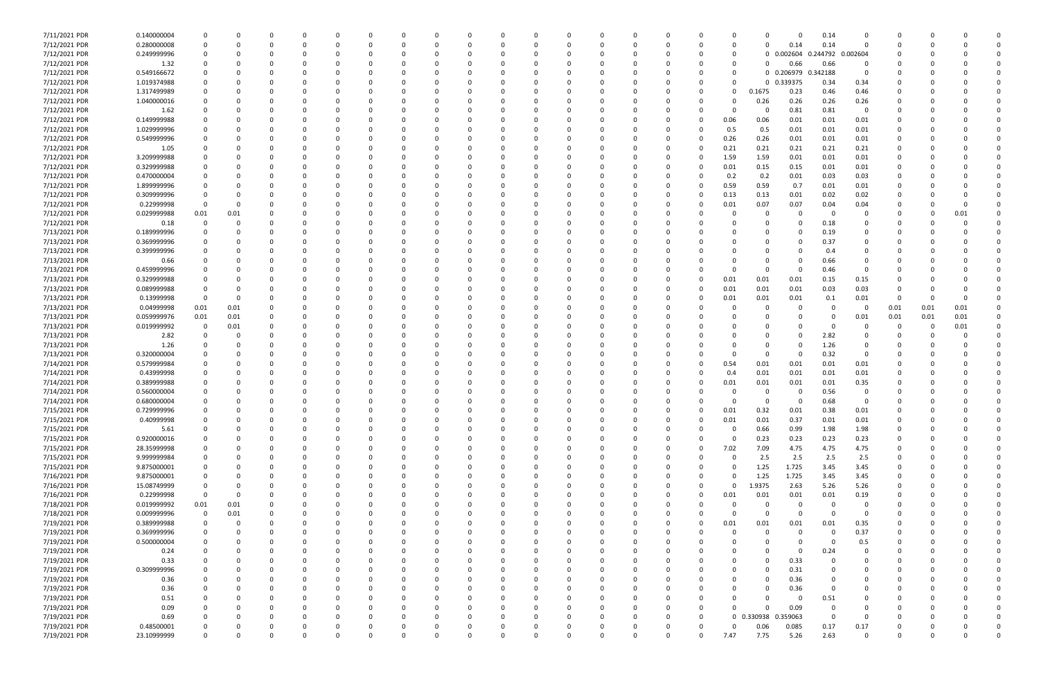| 7/11/2021 PDR | 0.140000004 | 0 | 0 | 0 | 0 | 0 | 0 | 0 | 0 | 0 | 0 | 0 | 0 | 0 | 0 | 0 | 0 | 0 | 0 | 0 | 0 | 0.14 | 0 | 0 | 0 | 0 | 0 |
|---|---|---|---|---|---|---|---|---|---|---|---|---|---|---|---|---|---|---|---|---|---|---|---|---|---|---|---|
| 7/12/2021 PDR | 0.280000008 | 0 | 0 | 0 | 0 | 0 | 0 | 0 | 0 | 0 | 0 | 0 | 0 | 0 | 0 | 0 | 0 | 0 | 0 | 0 | 0.14 | 0.14 | 0 | 0 | 0 | 0 | 0 |
| 7/12/2021 PDR | 0.249999996 | 0 | 0 | 0 | 0 | 0 | 0 | 0 | 0 | 0 | 0 | 0 | 0 | 0 | 0 | 0 | 0 | 0 | 0 | 0 | 0.002604 | 0.244792 | 0.002604 | 0 | 0 | 0 | 0 |
| 7/12/2021 PDR | 1.32 | 0 | 0 | 0 | 0 | 0 | 0 | 0 | 0 | 0 | 0 | 0 | 0 | 0 | 0 | 0 | 0 | 0 | 0 | 0 | 0.66 | 0.66 | 0 | 0 | 0 | 0 | 0 |
| 7/12/2021 PDR | 0.549166672 | 0 | 0 | 0 | 0 | 0 | 0 | 0 | 0 | 0 | 0 | 0 | 0 | 0 | 0 | 0 | 0 | 0 | 0 | 0 | 0.206979 | 0.342188 | 0 | 0 | 0 | 0 | 0 |
| 7/12/2021 PDR | 1.019374988 | 0 | 0 | 0 | 0 | 0 | 0 | 0 | 0 | 0 | 0 | 0 | 0 | 0 | 0 | 0 | 0 | 0 | 0 | 0 | 0.339375 | 0.34 | 0.34 | 0 | 0 | 0 | 0 |
| 7/12/2021 PDR | 1.317499989 | 0 | 0 | 0 | 0 | 0 | 0 | 0 | 0 | 0 | 0 | 0 | 0 | 0 | 0 | 0 | 0 | 0 | 0 | 0.1675 | 0.23 | 0.46 | 0.46 | 0 | 0 | 0 | 0 |
| 7/12/2021 PDR | 1.040000016 | 0 | 0 | 0 | 0 | 0 | 0 | 0 | 0 | 0 | 0 | 0 | 0 | 0 | 0 | 0 | 0 | 0 | 0 | 0.26 | 0.26 | 0.26 | 0.26 | 0 | 0 | 0 | 0 |
| 7/12/2021 PDR | 1.62 | 0 | 0 | 0 | 0 | 0 | 0 | 0 | 0 | 0 | 0 | 0 | 0 | 0 | 0 | 0 | 0 | 0 | 0 | 0 | 0.81 | 0.81 | 0 | 0 | 0 | 0 | 0 |
| 7/12/2021 PDR | 0.149999988 | 0 | 0 | 0 | 0 | 0 | 0 | 0 | 0 | 0 | 0 | 0 | 0 | 0 | 0 | 0 | 0 | 0 | 0.06 | 0.06 | 0.01 | 0.01 | 0.01 | 0 | 0 | 0 | 0 |
| 7/12/2021 PDR | 1.029999996 | 0 | 0 | 0 | 0 | 0 | 0 | 0 | 0 | 0 | 0 | 0 | 0 | 0 | 0 | 0 | 0 | 0 | 0.5 | 0.5 | 0.01 | 0.01 | 0.01 | 0 | 0 | 0 | 0 |
| 7/12/2021 PDR | 0.549999996 | 0 | 0 | 0 | 0 | 0 | 0 | 0 | 0 | 0 | 0 | 0 | 0 | 0 | 0 | 0 | 0 | 0 | 0.26 | 0.26 | 0.01 | 0.01 | 0.01 | 0 | 0 | 0 | 0 |
| 7/12/2021 PDR | 1.05 | 0 | 0 | 0 | 0 | 0 | 0 | 0 | 0 | 0 | 0 | 0 | 0 | 0 | 0 | 0 | 0 | 0 | 0.21 | 0.21 | 0.21 | 0.21 | 0.21 | 0 | 0 | 0 | 0 |
| 7/12/2021 PDR | 3.209999988 | 0 | 0 | 0 | 0 | 0 | 0 | 0 | 0 | 0 | 0 | 0 | 0 | 0 | 0 | 0 | 0 | 0 | 1.59 | 1.59 | 0.01 | 0.01 | 0.01 | 0 | 0 | 0 | 0 |
| 7/12/2021 PDR | 0.329999988 | 0 | 0 | 0 | 0 | 0 | 0 | 0 | 0 | 0 | 0 | 0 | 0 | 0 | 0 | 0 | 0 | 0 | 0.01 | 0.15 | 0.15 | 0.01 | 0.01 | 0 | 0 | 0 | 0 |
| 7/12/2021 PDR | 0.470000004 | 0 | 0 | 0 | 0 | 0 | 0 | 0 | 0 | 0 | 0 | 0 | 0 | 0 | 0 | 0 | 0 | 0 | 0.2 | 0.2 | 0.01 | 0.03 | 0.03 | 0 | 0 | 0 | 0 |
| 7/12/2021 PDR | 1.899999996 | 0 | 0 | 0 | 0 | 0 | 0 | 0 | 0 | 0 | 0 | 0 | 0 | 0 | 0 | 0 | 0 | 0 | 0.59 | 0.59 | 0.7 | 0.01 | 0.01 | 0 | 0 | 0 | 0 |
| 7/12/2021 PDR | 0.309999996 | 0 | 0 | 0 | 0 | 0 | 0 | 0 | 0 | 0 | 0 | 0 | 0 | 0 | 0 | 0 | 0 | 0 | 0.13 | 0.13 | 0.01 | 0.02 | 0.02 | 0 | 0 | 0 | 0 |
| 7/12/2021 PDR | 0.22999998 | 0 | 0 | 0 | 0 | 0 | 0 | 0 | 0 | 0 | 0 | 0 | 0 | 0 | 0 | 0 | 0 | 0 | 0.01 | 0.07 | 0.07 | 0.04 | 0.04 | 0 | 0 | 0 | 0 |
| 7/12/2021 PDR | 0.029999988 | 0.01 | 0.01 | 0 | 0 | 0 | 0 | 0 | 0 | 0 | 0 | 0 | 0 | 0 | 0 | 0 | 0 | 0 | 0 | 0 | 0 | 0 | 0 | 0 | 0 | 0.01 | 0 |
| 7/12/2021 PDR | 0.18 | 0 | 0 | 0 | 0 | 0 | 0 | 0 | 0 | 0 | 0 | 0 | 0 | 0 | 0 | 0 | 0 | 0 | 0 | 0 | 0 | 0.18 | 0 | 0 | 0 | 0 | 0 |
| 7/13/2021 PDR | 0.189999996 | 0 | 0 | 0 | 0 | 0 | 0 | 0 | 0 | 0 | 0 | 0 | 0 | 0 | 0 | 0 | 0 | 0 | 0 | 0 | 0 | 0.19 | 0 | 0 | 0 | 0 | 0 |
| 7/13/2021 PDR | 0.369999996 | 0 | 0 | 0 | 0 | 0 | 0 | 0 | 0 | 0 | 0 | 0 | 0 | 0 | 0 | 0 | 0 | 0 | 0 | 0 | 0 | 0.37 | 0 | 0 | 0 | 0 | 0 |
| 7/13/2021 PDR | 0.399999996 | 0 | 0 | 0 | 0 | 0 | 0 | 0 | 0 | 0 | 0 | 0 | 0 | 0 | 0 | 0 | 0 | 0 | 0 | 0 | 0 | 0.4 | 0 | 0 | 0 | 0 | 0 |
| 7/13/2021 PDR | 0.66 | 0 | 0 | 0 | 0 | 0 | 0 | 0 | 0 | 0 | 0 | 0 | 0 | 0 | 0 | 0 | 0 | 0 | 0 | 0 | 0 | 0.66 | 0 | 0 | 0 | 0 | 0 |
| 7/13/2021 PDR | 0.459999996 | 0 | 0 | 0 | 0 | 0 | 0 | 0 | 0 | 0 | 0 | 0 | 0 | 0 | 0 | 0 | 0 | 0 | 0 | 0 | 0 | 0.46 | 0 | 0 | 0 | 0 | 0 |
| 7/13/2021 PDR | 0.329999988 | 0 | 0 | 0 | 0 | 0 | 0 | 0 | 0 | 0 | 0 | 0 | 0 | 0 | 0 | 0 | 0 | 0 | 0.01 | 0.01 | 0.01 | 0.15 | 0.15 | 0 | 0 | 0 | 0 |
| 7/13/2021 PDR | 0.089999988 | 0 | 0 | 0 | 0 | 0 | 0 | 0 | 0 | 0 | 0 | 0 | 0 | 0 | 0 | 0 | 0 | 0 | 0.01 | 0.01 | 0.01 | 0.03 | 0.03 | 0 | 0 | 0 | 0 |
| 7/13/2021 PDR | 0.13999998 | 0 | 0 | 0 | 0 | 0 | 0 | 0 | 0 | 0 | 0 | 0 | 0 | 0 | 0 | 0 | 0 | 0 | 0.01 | 0.01 | 0.01 | 0.1 | 0.01 | 0 | 0 | 0 | 0 |
| 7/13/2021 PDR | 0.04999998 | 0.01 | 0.01 | 0 | 0 | 0 | 0 | 0 | 0 | 0 | 0 | 0 | 0 | 0 | 0 | 0 | 0 | 0 | 0 | 0 | 0 | 0 | 0 | 0.01 | 0.01 | 0.01 | 0 |
| 7/13/2021 PDR | 0.059999976 | 0.01 | 0.01 | 0 | 0 | 0 | 0 | 0 | 0 | 0 | 0 | 0 | 0 | 0 | 0 | 0 | 0 | 0 | 0 | 0 | 0 | 0 | 0.01 | 0.01 | 0.01 | 0.01 | 0 |
| 7/13/2021 PDR | 0.019999992 | 0 | 0.01 | 0 | 0 | 0 | 0 | 0 | 0 | 0 | 0 | 0 | 0 | 0 | 0 | 0 | 0 | 0 | 0 | 0 | 0 | 0 | 0 | 0 | 0 | 0.01 | 0 |
| 7/13/2021 PDR | 2.82 | 0 | 0 | 0 | 0 | 0 | 0 | 0 | 0 | 0 | 0 | 0 | 0 | 0 | 0 | 0 | 0 | 0 | 0 | 0 | 0 | 2.82 | 0 | 0 | 0 | 0 | 0 |
| 7/13/2021 PDR | 1.26 | 0 | 0 | 0 | 0 | 0 | 0 | 0 | 0 | 0 | 0 | 0 | 0 | 0 | 0 | 0 | 0 | 0 | 0 | 0 | 0 | 1.26 | 0 | 0 | 0 | 0 | 0 |
| 7/13/2021 PDR | 0.320000004 | 0 | 0 | 0 | 0 | 0 | 0 | 0 | 0 | 0 | 0 | 0 | 0 | 0 | 0 | 0 | 0 | 0 | 0 | 0 | 0 | 0.32 | 0 | 0 | 0 | 0 | 0 |
| 7/14/2021 PDR | 0.579999984 | 0 | 0 | 0 | 0 | 0 | 0 | 0 | 0 | 0 | 0 | 0 | 0 | 0 | 0 | 0 | 0 | 0 | 0.54 | 0.01 | 0.01 | 0.01 | 0.01 | 0 | 0 | 0 | 0 |
| 7/14/2021 PDR | 0.43999998 | 0 | 0 | 0 | 0 | 0 | 0 | 0 | 0 | 0 | 0 | 0 | 0 | 0 | 0 | 0 | 0 | 0 | 0.4 | 0.01 | 0.01 | 0.01 | 0.01 | 0 | 0 | 0 | 0 |
| 7/14/2021 PDR | 0.389999988 | 0 | 0 | 0 | 0 | 0 | 0 | 0 | 0 | 0 | 0 | 0 | 0 | 0 | 0 | 0 | 0 | 0 | 0.01 | 0.01 | 0.01 | 0.01 | 0.35 | 0 | 0 | 0 | 0 |
| 7/14/2021 PDR | 0.560000004 | 0 | 0 | 0 | 0 | 0 | 0 | 0 | 0 | 0 | 0 | 0 | 0 | 0 | 0 | 0 | 0 | 0 | 0 | 0 | 0 | 0.56 | 0 | 0 | 0 | 0 | 0 |
| 7/14/2021 PDR | 0.680000004 | 0 | 0 | 0 | 0 | 0 | 0 | 0 | 0 | 0 | 0 | 0 | 0 | 0 | 0 | 0 | 0 | 0 | 0 | 0 | 0 | 0.68 | 0 | 0 | 0 | 0 | 0 |
| 7/15/2021 PDR | 0.729999996 | 0 | 0 | 0 | 0 | 0 | 0 | 0 | 0 | 0 | 0 | 0 | 0 | 0 | 0 | 0 | 0 | 0 | 0.01 | 0.32 | 0.01 | 0.38 | 0.01 | 0 | 0 | 0 | 0 |
| 7/15/2021 PDR | 0.40999998 | 0 | 0 | 0 | 0 | 0 | 0 | 0 | 0 | 0 | 0 | 0 | 0 | 0 | 0 | 0 | 0 | 0 | 0.01 | 0.01 | 0.37 | 0.01 | 0.01 | 0 | 0 | 0 | 0 |
| 7/15/2021 PDR | 5.61 | 0 | 0 | 0 | 0 | 0 | 0 | 0 | 0 | 0 | 0 | 0 | 0 | 0 | 0 | 0 | 0 | 0 | 0 | 0.66 | 0.99 | 1.98 | 1.98 | 0 | 0 | 0 | 0 |
| 7/15/2021 PDR | 0.920000016 | 0 | 0 | 0 | 0 | 0 | 0 | 0 | 0 | 0 | 0 | 0 | 0 | 0 | 0 | 0 | 0 | 0 | 0 | 0.23 | 0.23 | 0.23 | 0.23 | 0 | 0 | 0 | 0 |
| 7/15/2021 PDR | 28.35999998 | 0 | 0 | 0 | 0 | 0 | 0 | 0 | 0 | 0 | 0 | 0 | 0 | 0 | 0 | 0 | 0 | 0 | 7.02 | 7.09 | 4.75 | 4.75 | 4.75 | 0 | 0 | 0 | 0 |
| 7/15/2021 PDR | 9.999999984 | 0 | 0 | 0 | 0 | 0 | 0 | 0 | 0 | 0 | 0 | 0 | 0 | 0 | 0 | 0 | 0 | 0 | 0 | 2.5 | 2.5 | 2.5 | 2.5 | 0 | 0 | 0 | 0 |
| 7/15/2021 PDR | 9.875000001 | 0 | 0 | 0 | 0 | 0 | 0 | 0 | 0 | 0 | 0 | 0 | 0 | 0 | 0 | 0 | 0 | 0 | 0 | 1.25 | 1.725 | 3.45 | 3.45 | 0 | 0 | 0 | 0 |
| 7/16/2021 PDR | 9.875000001 | 0 | 0 | 0 | 0 | 0 | 0 | 0 | 0 | 0 | 0 | 0 | 0 | 0 | 0 | 0 | 0 | 0 | 0 | 1.25 | 1.725 | 3.45 | 3.45 | 0 | 0 | 0 | 0 |
| 7/16/2021 PDR | 15.08749999 | 0 | 0 | 0 | 0 | 0 | 0 | 0 | 0 | 0 | 0 | 0 | 0 | 0 | 0 | 0 | 0 | 0 | 0 | 1.9375 | 2.63 | 5.26 | 5.26 | 0 | 0 | 0 | 0 |
| 7/16/2021 PDR | 0.22999998 | 0 | 0 | 0 | 0 | 0 | 0 | 0 | 0 | 0 | 0 | 0 | 0 | 0 | 0 | 0 | 0 | 0 | 0.01 | 0.01 | 0.01 | 0.01 | 0.19 | 0 | 0 | 0 | 0 |
| 7/18/2021 PDR | 0.019999992 | 0.01 | 0.01 | 0 | 0 | 0 | 0 | 0 | 0 | 0 | 0 | 0 | 0 | 0 | 0 | 0 | 0 | 0 | 0 | 0 | 0 | 0 | 0 | 0 | 0 | 0 | 0 |
| 7/18/2021 PDR | 0.009999996 | 0 | 0.01 | 0 | 0 | 0 | 0 | 0 | 0 | 0 | 0 | 0 | 0 | 0 | 0 | 0 | 0 | 0 | 0 | 0 | 0 | 0 | 0 | 0 | 0 | 0 | 0 |
| 7/19/2021 PDR | 0.389999988 | 0 | 0 | 0 | 0 | 0 | 0 | 0 | 0 | 0 | 0 | 0 | 0 | 0 | 0 | 0 | 0 | 0 | 0.01 | 0.01 | 0.01 | 0.01 | 0.35 | 0 | 0 | 0 | 0 |
| 7/19/2021 PDR | 0.369999996 | 0 | 0 | 0 | 0 | 0 | 0 | 0 | 0 | 0 | 0 | 0 | 0 | 0 | 0 | 0 | 0 | 0 | 0 | 0 | 0 | 0 | 0.37 | 0 | 0 | 0 | 0 |
| 7/19/2021 PDR | 0.500000004 | 0 | 0 | 0 | 0 | 0 | 0 | 0 | 0 | 0 | 0 | 0 | 0 | 0 | 0 | 0 | 0 | 0 | 0 | 0 | 0 | 0 | 0.5 | 0 | 0 | 0 | 0 |
| 7/19/2021 PDR | 0.24 | 0 | 0 | 0 | 0 | 0 | 0 | 0 | 0 | 0 | 0 | 0 | 0 | 0 | 0 | 0 | 0 | 0 | 0 | 0 | 0 | 0.24 | 0 | 0 | 0 | 0 | 0 |
| 7/19/2021 PDR | 0.33 | 0 | 0 | 0 | 0 | 0 | 0 | 0 | 0 | 0 | 0 | 0 | 0 | 0 | 0 | 0 | 0 | 0 | 0 | 0 | 0.33 | 0 | 0 | 0 | 0 | 0 | 0 |
| 7/19/2021 PDR | 0.309999996 | 0 | 0 | 0 | 0 | 0 | 0 | 0 | 0 | 0 | 0 | 0 | 0 | 0 | 0 | 0 | 0 | 0 | 0 | 0 | 0.31 | 0 | 0 | 0 | 0 | 0 | 0 |
| 7/19/2021 PDR | 0.36 | 0 | 0 | 0 | 0 | 0 | 0 | 0 | 0 | 0 | 0 | 0 | 0 | 0 | 0 | 0 | 0 | 0 | 0 | 0 | 0.36 | 0 | 0 | 0 | 0 | 0 | 0 |
| 7/19/2021 PDR | 0.36 | 0 | 0 | 0 | 0 | 0 | 0 | 0 | 0 | 0 | 0 | 0 | 0 | 0 | 0 | 0 | 0 | 0 | 0 | 0 | 0.36 | 0 | 0 | 0 | 0 | 0 | 0 |
| 7/19/2021 PDR | 0.51 | 0 | 0 | 0 | 0 | 0 | 0 | 0 | 0 | 0 | 0 | 0 | 0 | 0 | 0 | 0 | 0 | 0 | 0 | 0 | 0 | 0.51 | 0 | 0 | 0 | 0 | 0 |
| 7/19/2021 PDR | 0.09 | 0 | 0 | 0 | 0 | 0 | 0 | 0 | 0 | 0 | 0 | 0 | 0 | 0 | 0 | 0 | 0 | 0 | 0 | 0 | 0.09 | 0 | 0 | 0 | 0 | 0 | 0 |
| 7/19/2021 PDR | 0.69 | 0 | 0 | 0 | 0 | 0 | 0 | 0 | 0 | 0 | 0 | 0 | 0 | 0 | 0 | 0 | 0 | 0 | 0 | 0.330938 | 0.359063 | 0 | 0 | 0 | 0 | 0 | 0 |
| 7/19/2021 PDR | 0.48500001 | 0 | 0 | 0 | 0 | 0 | 0 | 0 | 0 | 0 | 0 | 0 | 0 | 0 | 0 | 0 | 0 | 0 | 0 | 0.06 | 0.085 | 0.17 | 0.17 | 0 | 0 | 0 | 0 |
| 7/19/2021 PDR | 23.10999999 | 0 | 0 | 0 | 0 | 0 | 0 | 0 | 0 | 0 | 0 | 0 | 0 | 0 | 0 | 0 | 0 | 0 | 7.47 | 7.75 | 5.26 | 2.63 | 0 | 0 | 0 | 0 | 0 |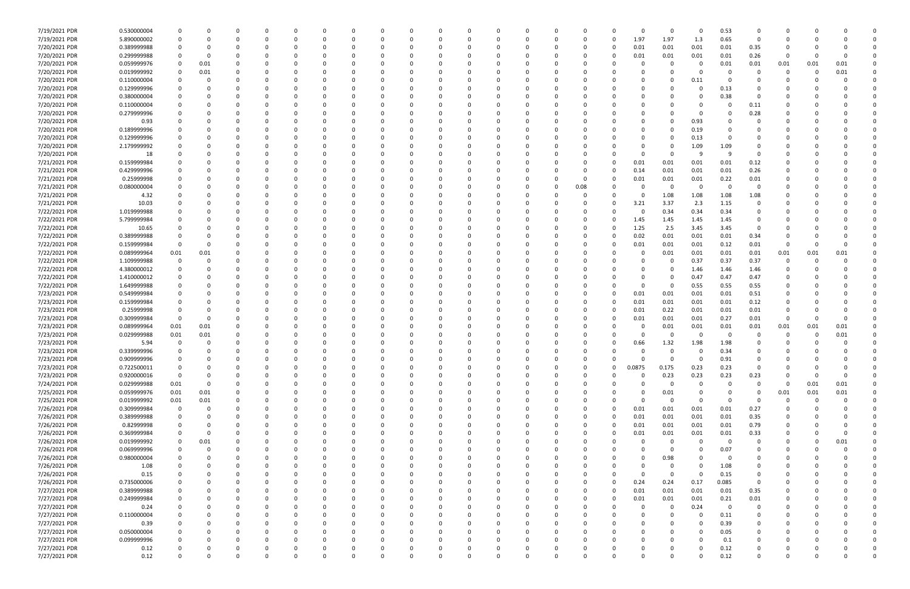| | | | | | | | | | | | | | | | | | | | | | | | | | | |
|---|---|---|---|---|---|---|---|---|---|---|---|---|---|---|---|---|---|---|---|---|---|---|---|---|---|---|
| 7/19/2021 PDR | 0.530000004 | 0 | 0 | 0 | 0 | 0 | 0 | 0 | 0 | 0 | 0 | 0 | 0 | 0 | 0 | 0 | 0 | 0 | 0 | 0 | 0.53 | 0 | 0 | 0 | 0 | 0 |
| 7/19/2021 PDR | 5.890000002 | 0 | 0 | 0 | 0 | 0 | 0 | 0 | 0 | 0 | 0 | 0 | 0 | 0 | 0 | 0 | 0 | 1.97 | 1.97 | 1.3 | 0.65 | 0 | 0 | 0 | 0 | 0 |
| 7/20/2021 PDR | 0.389999988 | 0 | 0 | 0 | 0 | 0 | 0 | 0 | 0 | 0 | 0 | 0 | 0 | 0 | 0 | 0 | 0 | 0.01 | 0.01 | 0.01 | 0.01 | 0.35 | 0 | 0 | 0 | 0 |
| 7/20/2021 PDR | 0.299999988 | 0 | 0 | 0 | 0 | 0 | 0 | 0 | 0 | 0 | 0 | 0 | 0 | 0 | 0 | 0 | 0 | 0.01 | 0.01 | 0.01 | 0.01 | 0.26 | 0 | 0 | 0 | 0 |
| 7/20/2021 PDR | 0.059999976 | 0 | 0.01 | 0 | 0 | 0 | 0 | 0 | 0 | 0 | 0 | 0 | 0 | 0 | 0 | 0 | 0 | 0 | 0 | 0 | 0.01 | 0.01 | 0.01 | 0.01 | 0.01 | 0 |
| 7/20/2021 PDR | 0.019999992 | 0 | 0.01 | 0 | 0 | 0 | 0 | 0 | 0 | 0 | 0 | 0 | 0 | 0 | 0 | 0 | 0 | 0 | 0 | 0 | 0 | 0 | 0 | 0 | 0.01 | 0 |
| 7/20/2021 PDR | 0.110000004 | 0 | 0 | 0 | 0 | 0 | 0 | 0 | 0 | 0 | 0 | 0 | 0 | 0 | 0 | 0 | 0 | 0 | 0 | 0.11 | 0 | 0 | 0 | 0 | 0 | 0 |
| 7/20/2021 PDR | 0.129999996 | 0 | 0 | 0 | 0 | 0 | 0 | 0 | 0 | 0 | 0 | 0 | 0 | 0 | 0 | 0 | 0 | 0 | 0 | 0 | 0.13 | 0 | 0 | 0 | 0 | 0 |
| 7/20/2021 PDR | 0.380000004 | 0 | 0 | 0 | 0 | 0 | 0 | 0 | 0 | 0 | 0 | 0 | 0 | 0 | 0 | 0 | 0 | 0 | 0 | 0 | 0.38 | 0 | 0 | 0 | 0 | 0 |
| 7/20/2021 PDR | 0.110000004 | 0 | 0 | 0 | 0 | 0 | 0 | 0 | 0 | 0 | 0 | 0 | 0 | 0 | 0 | 0 | 0 | 0 | 0 | 0 | 0 | 0.11 | 0 | 0 | 0 | 0 |
| 7/20/2021 PDR | 0.279999996 | 0 | 0 | 0 | 0 | 0 | 0 | 0 | 0 | 0 | 0 | 0 | 0 | 0 | 0 | 0 | 0 | 0 | 0 | 0 | 0 | 0.28 | 0 | 0 | 0 | 0 |
| 7/20/2021 PDR | 0.93 | 0 | 0 | 0 | 0 | 0 | 0 | 0 | 0 | 0 | 0 | 0 | 0 | 0 | 0 | 0 | 0 | 0 | 0 | 0.93 | 0 | 0 | 0 | 0 | 0 | 0 |
| 7/20/2021 PDR | 0.189999996 | 0 | 0 | 0 | 0 | 0 | 0 | 0 | 0 | 0 | 0 | 0 | 0 | 0 | 0 | 0 | 0 | 0 | 0 | 0.19 | 0 | 0 | 0 | 0 | 0 | 0 |
| 7/20/2021 PDR | 0.129999996 | 0 | 0 | 0 | 0 | 0 | 0 | 0 | 0 | 0 | 0 | 0 | 0 | 0 | 0 | 0 | 0 | 0 | 0 | 0.13 | 0 | 0 | 0 | 0 | 0 | 0 |
| 7/20/2021 PDR | 2.179999992 | 0 | 0 | 0 | 0 | 0 | 0 | 0 | 0 | 0 | 0 | 0 | 0 | 0 | 0 | 0 | 0 | 0 | 0 | 1.09 | 1.09 | 0 | 0 | 0 | 0 | 0 |
| 7/20/2021 PDR | 18 | 0 | 0 | 0 | 0 | 0 | 0 | 0 | 0 | 0 | 0 | 0 | 0 | 0 | 0 | 0 | 0 | 0 | 0 | 9 | 9 | 0 | 0 | 0 | 0 | 0 |
| 7/21/2021 PDR | 0.159999984 | 0 | 0 | 0 | 0 | 0 | 0 | 0 | 0 | 0 | 0 | 0 | 0 | 0 | 0 | 0 | 0 | 0.01 | 0.01 | 0.01 | 0.01 | 0.12 | 0 | 0 | 0 | 0 |
| 7/21/2021 PDR | 0.429999996 | 0 | 0 | 0 | 0 | 0 | 0 | 0 | 0 | 0 | 0 | 0 | 0 | 0 | 0 | 0 | 0 | 0.14 | 0.01 | 0.01 | 0.01 | 0.26 | 0 | 0 | 0 | 0 |
| 7/21/2021 PDR | 0.25999998 | 0 | 0 | 0 | 0 | 0 | 0 | 0 | 0 | 0 | 0 | 0 | 0 | 0 | 0 | 0 | 0 | 0.01 | 0.01 | 0.01 | 0.22 | 0.01 | 0 | 0 | 0 | 0 |
| 7/21/2021 PDR | 0.080000004 | 0 | 0 | 0 | 0 | 0 | 0 | 0 | 0 | 0 | 0 | 0 | 0 | 0 | 0.08 | 0 | 0 | 0 | 0 | 0 | 0 | 0 | 0 | 0 | 0 | 0 |
| 7/21/2021 PDR | 4.32 | 0 | 0 | 0 | 0 | 0 | 0 | 0 | 0 | 0 | 0 | 0 | 0 | 0 | 0 | 0 | 0 | 0 | 1.08 | 1.08 | 1.08 | 1.08 | 0 | 0 | 0 | 0 |
| 7/21/2021 PDR | 10.03 | 0 | 0 | 0 | 0 | 0 | 0 | 0 | 0 | 0 | 0 | 0 | 0 | 0 | 0 | 0 | 0 | 3.21 | 3.37 | 2.3 | 1.15 | 0 | 0 | 0 | 0 | 0 |
| 7/22/2021 PDR | 1.019999988 | 0 | 0 | 0 | 0 | 0 | 0 | 0 | 0 | 0 | 0 | 0 | 0 | 0 | 0 | 0 | 0 | 0 | 0.34 | 0.34 | 0.34 | 0 | 0 | 0 | 0 | 0 |
| 7/22/2021 PDR | 5.799999984 | 0 | 0 | 0 | 0 | 0 | 0 | 0 | 0 | 0 | 0 | 0 | 0 | 0 | 0 | 0 | 0 | 1.45 | 1.45 | 1.45 | 1.45 | 0 | 0 | 0 | 0 | 0 |
| 7/22/2021 PDR | 10.65 | 0 | 0 | 0 | 0 | 0 | 0 | 0 | 0 | 0 | 0 | 0 | 0 | 0 | 0 | 0 | 0 | 1.25 | 2.5 | 3.45 | 3.45 | 0 | 0 | 0 | 0 | 0 |
| 7/22/2021 PDR | 0.389999988 | 0 | 0 | 0 | 0 | 0 | 0 | 0 | 0 | 0 | 0 | 0 | 0 | 0 | 0 | 0 | 0 | 0.02 | 0.01 | 0.01 | 0.01 | 0.34 | 0 | 0 | 0 | 0 |
| 7/22/2021 PDR | 0.159999984 | 0 | 0 | 0 | 0 | 0 | 0 | 0 | 0 | 0 | 0 | 0 | 0 | 0 | 0 | 0 | 0 | 0.01 | 0.01 | 0.01 | 0.12 | 0.01 | 0 | 0 | 0 | 0 |
| 7/22/2021 PDR | 0.089999964 | 0.01 | 0.01 | 0 | 0 | 0 | 0 | 0 | 0 | 0 | 0 | 0 | 0 | 0 | 0 | 0 | 0 | 0 | 0.01 | 0.01 | 0.01 | 0.01 | 0.01 | 0.01 | 0.01 | 0 |
| 7/22/2021 PDR | 1.109999988 | 0 | 0 | 0 | 0 | 0 | 0 | 0 | 0 | 0 | 0 | 0 | 0 | 0 | 0 | 0 | 0 | 0 | 0 | 0.37 | 0.37 | 0.37 | 0 | 0 | 0 | 0 |
| 7/22/2021 PDR | 4.380000012 | 0 | 0 | 0 | 0 | 0 | 0 | 0 | 0 | 0 | 0 | 0 | 0 | 0 | 0 | 0 | 0 | 0 | 0 | 1.46 | 1.46 | 1.46 | 0 | 0 | 0 | 0 |
| 7/22/2021 PDR | 1.410000012 | 0 | 0 | 0 | 0 | 0 | 0 | 0 | 0 | 0 | 0 | 0 | 0 | 0 | 0 | 0 | 0 | 0 | 0 | 0.47 | 0.47 | 0.47 | 0 | 0 | 0 | 0 |
| 7/22/2021 PDR | 1.649999988 | 0 | 0 | 0 | 0 | 0 | 0 | 0 | 0 | 0 | 0 | 0 | 0 | 0 | 0 | 0 | 0 | 0 | 0 | 0.55 | 0.55 | 0.55 | 0 | 0 | 0 | 0 |
| 7/23/2021 PDR | 0.549999984 | 0 | 0 | 0 | 0 | 0 | 0 | 0 | 0 | 0 | 0 | 0 | 0 | 0 | 0 | 0 | 0 | 0.01 | 0.01 | 0.01 | 0.01 | 0.51 | 0 | 0 | 0 | 0 |
| 7/23/2021 PDR | 0.159999984 | 0 | 0 | 0 | 0 | 0 | 0 | 0 | 0 | 0 | 0 | 0 | 0 | 0 | 0 | 0 | 0 | 0.01 | 0.01 | 0.01 | 0.01 | 0.12 | 0 | 0 | 0 | 0 |
| 7/23/2021 PDR | 0.25999998 | 0 | 0 | 0 | 0 | 0 | 0 | 0 | 0 | 0 | 0 | 0 | 0 | 0 | 0 | 0 | 0 | 0.01 | 0.22 | 0.01 | 0.01 | 0.01 | 0 | 0 | 0 | 0 |
| 7/23/2021 PDR | 0.309999984 | 0 | 0 | 0 | 0 | 0 | 0 | 0 | 0 | 0 | 0 | 0 | 0 | 0 | 0 | 0 | 0 | 0.01 | 0.01 | 0.01 | 0.27 | 0.01 | 0 | 0 | 0 | 0 |
| 7/23/2021 PDR | 0.089999964 | 0.01 | 0.01 | 0 | 0 | 0 | 0 | 0 | 0 | 0 | 0 | 0 | 0 | 0 | 0 | 0 | 0 | 0 | 0.01 | 0.01 | 0.01 | 0.01 | 0.01 | 0.01 | 0.01 | 0 |
| 7/23/2021 PDR | 0.029999988 | 0.01 | 0.01 | 0 | 0 | 0 | 0 | 0 | 0 | 0 | 0 | 0 | 0 | 0 | 0 | 0 | 0 | 0 | 0 | 0 | 0 | 0 | 0 | 0 | 0.01 | 0 |
| 7/23/2021 PDR | 5.94 | 0 | 0 | 0 | 0 | 0 | 0 | 0 | 0 | 0 | 0 | 0 | 0 | 0 | 0 | 0 | 0 | 0.66 | 1.32 | 1.98 | 1.98 | 0 | 0 | 0 | 0 | 0 |
| 7/23/2021 PDR | 0.339999996 | 0 | 0 | 0 | 0 | 0 | 0 | 0 | 0 | 0 | 0 | 0 | 0 | 0 | 0 | 0 | 0 | 0 | 0 | 0 | 0.34 | 0 | 0 | 0 | 0 | 0 |
| 7/23/2021 PDR | 0.909999996 | 0 | 0 | 0 | 0 | 0 | 0 | 0 | 0 | 0 | 0 | 0 | 0 | 0 | 0 | 0 | 0 | 0 | 0 | 0 | 0.91 | 0 | 0 | 0 | 0 | 0 |
| 7/23/2021 PDR | 0.722500011 | 0 | 0 | 0 | 0 | 0 | 0 | 0 | 0 | 0 | 0 | 0 | 0 | 0 | 0 | 0 | 0 | 0.0875 | 0.175 | 0.23 | 0.23 | 0 | 0 | 0 | 0 | 0 |
| 7/23/2021 PDR | 0.920000016 | 0 | 0 | 0 | 0 | 0 | 0 | 0 | 0 | 0 | 0 | 0 | 0 | 0 | 0 | 0 | 0 | 0 | 0.23 | 0.23 | 0.23 | 0.23 | 0 | 0 | 0 | 0 |
| 7/24/2021 PDR | 0.029999988 | 0.01 | 0 | 0 | 0 | 0 | 0 | 0 | 0 | 0 | 0 | 0 | 0 | 0 | 0 | 0 | 0 | 0 | 0 | 0 | 0 | 0 | 0 | 0.01 | 0.01 | 0 |
| 7/25/2021 PDR | 0.059999976 | 0.01 | 0.01 | 0 | 0 | 0 | 0 | 0 | 0 | 0 | 0 | 0 | 0 | 0 | 0 | 0 | 0 | 0 | 0.01 | 0 | 0 | 0 | 0.01 | 0.01 | 0.01 | 0 |
| 7/25/2021 PDR | 0.019999992 | 0.01 | 0.01 | 0 | 0 | 0 | 0 | 0 | 0 | 0 | 0 | 0 | 0 | 0 | 0 | 0 | 0 | 0 | 0 | 0 | 0 | 0 | 0 | 0 | 0 | 0 |
| 7/26/2021 PDR | 0.309999984 | 0 | 0 | 0 | 0 | 0 | 0 | 0 | 0 | 0 | 0 | 0 | 0 | 0 | 0 | 0 | 0 | 0.01 | 0.01 | 0.01 | 0.01 | 0.27 | 0 | 0 | 0 | 0 |
| 7/26/2021 PDR | 0.389999988 | 0 | 0 | 0 | 0 | 0 | 0 | 0 | 0 | 0 | 0 | 0 | 0 | 0 | 0 | 0 | 0 | 0.01 | 0.01 | 0.01 | 0.01 | 0.35 | 0 | 0 | 0 | 0 |
| 7/26/2021 PDR | 0.82999998 | 0 | 0 | 0 | 0 | 0 | 0 | 0 | 0 | 0 | 0 | 0 | 0 | 0 | 0 | 0 | 0 | 0.01 | 0.01 | 0.01 | 0.01 | 0.79 | 0 | 0 | 0 | 0 |
| 7/26/2021 PDR | 0.369999984 | 0 | 0 | 0 | 0 | 0 | 0 | 0 | 0 | 0 | 0 | 0 | 0 | 0 | 0 | 0 | 0 | 0.01 | 0.01 | 0.01 | 0.01 | 0.33 | 0 | 0 | 0 | 0 |
| 7/26/2021 PDR | 0.019999992 | 0 | 0.01 | 0 | 0 | 0 | 0 | 0 | 0 | 0 | 0 | 0 | 0 | 0 | 0 | 0 | 0 | 0 | 0 | 0 | 0 | 0 | 0 | 0 | 0.01 | 0 |
| 7/26/2021 PDR | 0.06999996 | 0 | 0 | 0 | 0 | 0 | 0 | 0 | 0 | 0 | 0 | 0 | 0 | 0 | 0 | 0 | 0 | 0 | 0 | 0 | 0.07 | 0 | 0 | 0 | 0 | 0 |
| 7/26/2021 PDR | 0.980000004 | 0 | 0 | 0 | 0 | 0 | 0 | 0 | 0 | 0 | 0 | 0 | 0 | 0 | 0 | 0 | 0 | 0 | 0.98 | 0 | 0 | 0 | 0 | 0 | 0 | 0 |
| 7/26/2021 PDR | 1.08 | 0 | 0 | 0 | 0 | 0 | 0 | 0 | 0 | 0 | 0 | 0 | 0 | 0 | 0 | 0 | 0 | 0 | 0 | 0 | 1.08 | 0 | 0 | 0 | 0 | 0 |
| 7/26/2021 PDR | 0.15 | 0 | 0 | 0 | 0 | 0 | 0 | 0 | 0 | 0 | 0 | 0 | 0 | 0 | 0 | 0 | 0 | 0 | 0 | 0 | 0.15 | 0 | 0 | 0 | 0 | 0 |
| 7/26/2021 PDR | 0.735000006 | 0 | 0 | 0 | 0 | 0 | 0 | 0 | 0 | 0 | 0 | 0 | 0 | 0 | 0 | 0 | 0 | 0.24 | 0.24 | 0.17 | 0.085 | 0 | 0 | 0 | 0 | 0 |
| 7/27/2021 PDR | 0.389999988 | 0 | 0 | 0 | 0 | 0 | 0 | 0 | 0 | 0 | 0 | 0 | 0 | 0 | 0 | 0 | 0 | 0.01 | 0.01 | 0.01 | 0.01 | 0.35 | 0 | 0 | 0 | 0 |
| 7/27/2021 PDR | 0.249999984 | 0 | 0 | 0 | 0 | 0 | 0 | 0 | 0 | 0 | 0 | 0 | 0 | 0 | 0 | 0 | 0 | 0.01 | 0.01 | 0.01 | 0.21 | 0.01 | 0 | 0 | 0 | 0 |
| 7/27/2021 PDR | 0.24 | 0 | 0 | 0 | 0 | 0 | 0 | 0 | 0 | 0 | 0 | 0 | 0 | 0 | 0 | 0 | 0 | 0 | 0 | 0.24 | 0 | 0 | 0 | 0 | 0 | 0 |
| 7/27/2021 PDR | 0.110000004 | 0 | 0 | 0 | 0 | 0 | 0 | 0 | 0 | 0 | 0 | 0 | 0 | 0 | 0 | 0 | 0 | 0 | 0 | 0 | 0.11 | 0 | 0 | 0 | 0 | 0 |
| 7/27/2021 PDR | 0.39 | 0 | 0 | 0 | 0 | 0 | 0 | 0 | 0 | 0 | 0 | 0 | 0 | 0 | 0 | 0 | 0 | 0 | 0 | 0 | 0.39 | 0 | 0 | 0 | 0 | 0 |
| 7/27/2021 PDR | 0.050000004 | 0 | 0 | 0 | 0 | 0 | 0 | 0 | 0 | 0 | 0 | 0 | 0 | 0 | 0 | 0 | 0 | 0 | 0 | 0 | 0.05 | 0 | 0 | 0 | 0 | 0 |
| 7/27/2021 PDR | 0.099999996 | 0 | 0 | 0 | 0 | 0 | 0 | 0 | 0 | 0 | 0 | 0 | 0 | 0 | 0 | 0 | 0 | 0 | 0 | 0 | 0.1 | 0 | 0 | 0 | 0 | 0 |
| 7/27/2021 PDR | 0.12 | 0 | 0 | 0 | 0 | 0 | 0 | 0 | 0 | 0 | 0 | 0 | 0 | 0 | 0 | 0 | 0 | 0 | 0 | 0 | 0.12 | 0 | 0 | 0 | 0 | 0 |
| 7/27/2021 PDR | 0.12 | 0 | 0 | 0 | 0 | 0 | 0 | 0 | 0 | 0 | 0 | 0 | 0 | 0 | 0 | 0 | 0 | 0 | 0 | 0 | 0.12 | 0 | 0 | 0 | 0 | 0 |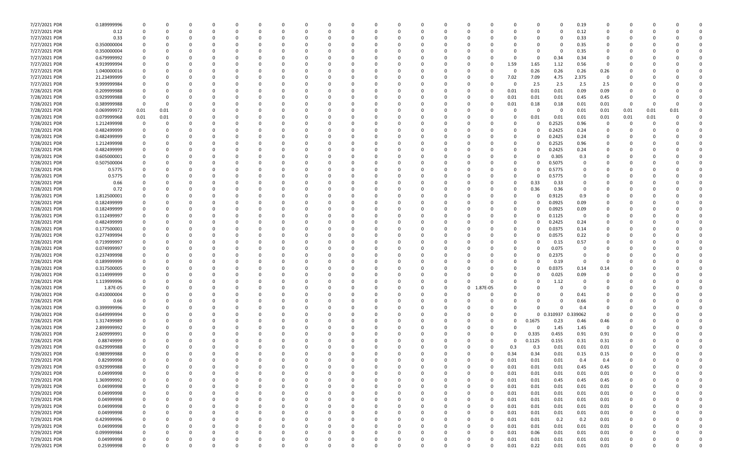| | | | | | | | | | | | | | | | | | | | | | | | | | | | | | |
|---|---|---|---|---|---|---|---|---|---|---|---|---|---|---|---|---|---|---|---|---|---|---|---|---|---|---|---|---|---|
| 7/27/2021 | PDR | 0.189999996 | 0 | 0 | 0 | 0 | 0 | 0 | 0 | 0 | 0 | 0 | 0 | 0 | 0 | 0 | 0 | 0 | 0 | 0 | 0 | 0 | 0 | 0.19 | 0 | 0 | 0 | 0 | 0 |
| 7/27/2021 | PDR | 0.12 | 0 | 0 | 0 | 0 | 0 | 0 | 0 | 0 | 0 | 0 | 0 | 0 | 0 | 0 | 0 | 0 | 0 | 0 | 0 | 0 | 0 | 0.12 | 0 | 0 | 0 | 0 | 0 |
| 7/27/2021 | PDR | 0.33 | 0 | 0 | 0 | 0 | 0 | 0 | 0 | 0 | 0 | 0 | 0 | 0 | 0 | 0 | 0 | 0 | 0 | 0 | 0 | 0 | 0 | 0.33 | 0 | 0 | 0 | 0 | 0 |
| 7/27/2021 | PDR | 0.350000004 | 0 | 0 | 0 | 0 | 0 | 0 | 0 | 0 | 0 | 0 | 0 | 0 | 0 | 0 | 0 | 0 | 0 | 0 | 0 | 0 | 0 | 0.35 | 0 | 0 | 0 | 0 | 0 |
| 7/27/2021 | PDR | 0.350000004 | 0 | 0 | 0 | 0 | 0 | 0 | 0 | 0 | 0 | 0 | 0 | 0 | 0 | 0 | 0 | 0 | 0 | 0 | 0 | 0 | 0 | 0.35 | 0 | 0 | 0 | 0 | 0 |
| 7/27/2021 | PDR | 0.679999992 | 0 | 0 | 0 | 0 | 0 | 0 | 0 | 0 | 0 | 0 | 0 | 0 | 0 | 0 | 0 | 0 | 0 | 0 | 0 | 0 | 0.34 | 0.34 | 0 | 0 | 0 | 0 | 0 |
| 7/27/2021 | PDR | 4.919999994 | 0 | 0 | 0 | 0 | 0 | 0 | 0 | 0 | 0 | 0 | 0 | 0 | 0 | 0 | 0 | 0 | 0 | 0 | 1.59 | 1.65 | 1.12 | 0.56 | 0 | 0 | 0 | 0 | 0 |
| 7/27/2021 | PDR | 1.040000016 | 0 | 0 | 0 | 0 | 0 | 0 | 0 | 0 | 0 | 0 | 0 | 0 | 0 | 0 | 0 | 0 | 0 | 0 | 0 | 0.26 | 0.26 | 0.26 | 0.26 | 0 | 0 | 0 | 0 |
| 7/27/2021 | PDR | 21.23499999 | 0 | 0 | 0 | 0 | 0 | 0 | 0 | 0 | 0 | 0 | 0 | 0 | 0 | 0 | 0 | 0 | 0 | 0 | 7.02 | 7.09 | 4.75 | 2.375 | 0 | 0 | 0 | 0 | 0 |
| 7/27/2021 | PDR | 9.999999984 | 0 | 0 | 0 | 0 | 0 | 0 | 0 | 0 | 0 | 0 | 0 | 0 | 0 | 0 | 0 | 0 | 0 | 0 | 0 | 2.5 | 2.5 | 2.5 | 2.5 | 0 | 0 | 0 | 0 |
| 7/28/2021 | PDR | 0.209999988 | 0 | 0 | 0 | 0 | 0 | 0 | 0 | 0 | 0 | 0 | 0 | 0 | 0 | 0 | 0 | 0 | 0 | 0 | 0.01 | 0.01 | 0.01 | 0.09 | 0.09 | 0 | 0 | 0 | 0 |
| 7/28/2021 | PDR | 0.929999988 | 0 | 0 | 0 | 0 | 0 | 0 | 0 | 0 | 0 | 0 | 0 | 0 | 0 | 0 | 0 | 0 | 0 | 0 | 0.01 | 0.01 | 0.01 | 0.45 | 0.45 | 0 | 0 | 0 | 0 |
| 7/28/2021 | PDR | 0.389999988 | 0 | 0 | 0 | 0 | 0 | 0 | 0 | 0 | 0 | 0 | 0 | 0 | 0 | 0 | 0 | 0 | 0 | 0 | 0.01 | 0.18 | 0.18 | 0.01 | 0.01 | 0 | 0 | 0 | 0 |
| 7/28/2021 | PDR | 0.069999972 | 0.01 | 0.01 | 0 | 0 | 0 | 0 | 0 | 0 | 0 | 0 | 0 | 0 | 0 | 0 | 0 | 0 | 0 | 0 | 0 | 0 | 0 | 0.01 | 0.01 | 0.01 | 0.01 | 0.01 | 0 |
| 7/28/2021 | PDR | 0.079999968 | 0.01 | 0.01 | 0 | 0 | 0 | 0 | 0 | 0 | 0 | 0 | 0 | 0 | 0 | 0 | 0 | 0 | 0 | 0 | 0 | 0.01 | 0.01 | 0.01 | 0.01 | 0.01 | 0.01 | 0 | 0 |
| 7/28/2021 | PDR | 1.212499998 | 0 | 0 | 0 | 0 | 0 | 0 | 0 | 0 | 0 | 0 | 0 | 0 | 0 | 0 | 0 | 0 | 0 | 0 | 0 | 0 | 0.2525 | 0.96 | 0 | 0 | 0 | 0 | 0 |
| 7/28/2021 | PDR | 0.482499999 | 0 | 0 | 0 | 0 | 0 | 0 | 0 | 0 | 0 | 0 | 0 | 0 | 0 | 0 | 0 | 0 | 0 | 0 | 0 | 0 | 0.2425 | 0.24 | 0 | 0 | 0 | 0 | 0 |
| 7/28/2021 | PDR | 0.482499999 | 0 | 0 | 0 | 0 | 0 | 0 | 0 | 0 | 0 | 0 | 0 | 0 | 0 | 0 | 0 | 0 | 0 | 0 | 0 | 0 | 0.2425 | 0.24 | 0 | 0 | 0 | 0 | 0 |
| 7/28/2021 | PDR | 1.212499998 | 0 | 0 | 0 | 0 | 0 | 0 | 0 | 0 | 0 | 0 | 0 | 0 | 0 | 0 | 0 | 0 | 0 | 0 | 0 | 0 | 0.2525 | 0.96 | 0 | 0 | 0 | 0 | 0 |
| 7/28/2021 | PDR | 0.482499999 | 0 | 0 | 0 | 0 | 0 | 0 | 0 | 0 | 0 | 0 | 0 | 0 | 0 | 0 | 0 | 0 | 0 | 0 | 0 | 0 | 0.2425 | 0.24 | 0 | 0 | 0 | 0 | 0 |
| 7/28/2021 | PDR | 0.605000001 | 0 | 0 | 0 | 0 | 0 | 0 | 0 | 0 | 0 | 0 | 0 | 0 | 0 | 0 | 0 | 0 | 0 | 0 | 0 | 0 | 0.305 | 0.3 | 0 | 0 | 0 | 0 | 0 |
| 7/28/2021 | PDR | 0.507500004 | 0 | 0 | 0 | 0 | 0 | 0 | 0 | 0 | 0 | 0 | 0 | 0 | 0 | 0 | 0 | 0 | 0 | 0 | 0 | 0 | 0.5075 | 0 | 0 | 0 | 0 | 0 | 0 |
| 7/28/2021 | PDR | 0.5775 | 0 | 0 | 0 | 0 | 0 | 0 | 0 | 0 | 0 | 0 | 0 | 0 | 0 | 0 | 0 | 0 | 0 | 0 | 0 | 0 | 0.5775 | 0 | 0 | 0 | 0 | 0 | 0 |
| 7/28/2021 | PDR | 0.5775 | 0 | 0 | 0 | 0 | 0 | 0 | 0 | 0 | 0 | 0 | 0 | 0 | 0 | 0 | 0 | 0 | 0 | 0 | 0 | 0 | 0.5775 | 0 | 0 | 0 | 0 | 0 | 0 |
| 7/28/2021 | PDR | 0.66 | 0 | 0 | 0 | 0 | 0 | 0 | 0 | 0 | 0 | 0 | 0 | 0 | 0 | 0 | 0 | 0 | 0 | 0 | 0 | 0.33 | 0.33 | 0 | 0 | 0 | 0 | 0 | 0 |
| 7/28/2021 | PDR | 0.72 | 0 | 0 | 0 | 0 | 0 | 0 | 0 | 0 | 0 | 0 | 0 | 0 | 0 | 0 | 0 | 0 | 0 | 0 | 0 | 0.36 | 0.36 | 0 | 0 | 0 | 0 | 0 | 0 |
| 7/28/2021 | PDR | 1.812500001 | 0 | 0 | 0 | 0 | 0 | 0 | 0 | 0 | 0 | 0 | 0 | 0 | 0 | 0 | 0 | 0 | 0 | 0 | 0 | 0 | 0.9125 | 0.9 | 0 | 0 | 0 | 0 | 0 |
| 7/28/2021 | PDR | 0.182499999 | 0 | 0 | 0 | 0 | 0 | 0 | 0 | 0 | 0 | 0 | 0 | 0 | 0 | 0 | 0 | 0 | 0 | 0 | 0 | 0 | 0.0925 | 0.09 | 0 | 0 | 0 | 0 | 0 |
| 7/28/2021 | PDR | 0.182499999 | 0 | 0 | 0 | 0 | 0 | 0 | 0 | 0 | 0 | 0 | 0 | 0 | 0 | 0 | 0 | 0 | 0 | 0 | 0 | 0 | 0.0925 | 0.09 | 0 | 0 | 0 | 0 | 0 |
| 7/28/2021 | PDR | 0.112499997 | 0 | 0 | 0 | 0 | 0 | 0 | 0 | 0 | 0 | 0 | 0 | 0 | 0 | 0 | 0 | 0 | 0 | 0 | 0 | 0 | 0.1125 | 0 | 0 | 0 | 0 | 0 | 0 |
| 7/28/2021 | PDR | 0.482499999 | 0 | 0 | 0 | 0 | 0 | 0 | 0 | 0 | 0 | 0 | 0 | 0 | 0 | 0 | 0 | 0 | 0 | 0 | 0 | 0 | 0.2425 | 0.24 | 0 | 0 | 0 | 0 | 0 |
| 7/28/2021 | PDR | 0.177500001 | 0 | 0 | 0 | 0 | 0 | 0 | 0 | 0 | 0 | 0 | 0 | 0 | 0 | 0 | 0 | 0 | 0 | 0 | 0 | 0 | 0.0375 | 0.14 | 0 | 0 | 0 | 0 | 0 |
| 7/28/2021 | PDR | 0.277499994 | 0 | 0 | 0 | 0 | 0 | 0 | 0 | 0 | 0 | 0 | 0 | 0 | 0 | 0 | 0 | 0 | 0 | 0 | 0 | 0 | 0.0575 | 0.22 | 0 | 0 | 0 | 0 | 0 |
| 7/28/2021 | PDR | 0.719999997 | 0 | 0 | 0 | 0 | 0 | 0 | 0 | 0 | 0 | 0 | 0 | 0 | 0 | 0 | 0 | 0 | 0 | 0 | 0 | 0 | 0.15 | 0.57 | 0 | 0 | 0 | 0 | 0 |
| 7/28/2021 | PDR | 0.074999997 | 0 | 0 | 0 | 0 | 0 | 0 | 0 | 0 | 0 | 0 | 0 | 0 | 0 | 0 | 0 | 0 | 0 | 0 | 0 | 0 | 0.075 | 0 | 0 | 0 | 0 | 0 | 0 |
| 7/28/2021 | PDR | 0.237499998 | 0 | 0 | 0 | 0 | 0 | 0 | 0 | 0 | 0 | 0 | 0 | 0 | 0 | 0 | 0 | 0 | 0 | 0 | 0 | 0 | 0.2375 | 0 | 0 | 0 | 0 | 0 | 0 |
| 7/28/2021 | PDR | 0.189999999 | 0 | 0 | 0 | 0 | 0 | 0 | 0 | 0 | 0 | 0 | 0 | 0 | 0 | 0 | 0 | 0 | 0 | 0 | 0 | 0 | 0.19 | 0 | 0 | 0 | 0 | 0 | 0 |
| 7/28/2021 | PDR | 0.317500005 | 0 | 0 | 0 | 0 | 0 | 0 | 0 | 0 | 0 | 0 | 0 | 0 | 0 | 0 | 0 | 0 | 0 | 0 | 0 | 0 | 0.0375 | 0.14 | 0.14 | 0 | 0 | 0 | 0 |
| 7/28/2021 | PDR | 0.114999999 | 0 | 0 | 0 | 0 | 0 | 0 | 0 | 0 | 0 | 0 | 0 | 0 | 0 | 0 | 0 | 0 | 0 | 0 | 0 | 0 | 0.025 | 0.09 | 0 | 0 | 0 | 0 | 0 |
| 7/28/2021 | PDR | 1.119999996 | 0 | 0 | 0 | 0 | 0 | 0 | 0 | 0 | 0 | 0 | 0 | 0 | 0 | 0 | 0 | 0 | 0 | 0 | 0 | 0 | 1.12 | 0 | 0 | 0 | 0 | 0 | 0 |
| 7/28/2021 | PDR | 1.87E-05 | 0 | 0 | 0 | 0 | 0 | 0 | 0 | 0 | 0 | 0 | 0 | 0 | 0 | 0 | 0 | 0 | 0 | 1.87E-05 | 0 | 0 | 0 | 0 | 0 | 0 | 0 | 0 | 0 |
| 7/28/2021 | PDR | 0.410000004 | 0 | 0 | 0 | 0 | 0 | 0 | 0 | 0 | 0 | 0 | 0 | 0 | 0 | 0 | 0 | 0 | 0 | 0 | 0 | 0 | 0 | 0.41 | 0 | 0 | 0 | 0 | 0 |
| 7/28/2021 | PDR | 0.66 | 0 | 0 | 0 | 0 | 0 | 0 | 0 | 0 | 0 | 0 | 0 | 0 | 0 | 0 | 0 | 0 | 0 | 0 | 0 | 0 | 0 | 0.66 | 0 | 0 | 0 | 0 | 0 |
| 7/28/2021 | PDR | 0.399999996 | 0 | 0 | 0 | 0 | 0 | 0 | 0 | 0 | 0 | 0 | 0 | 0 | 0 | 0 | 0 | 0 | 0 | 0 | 0 | 0 | 0 | 0.4 | 0 | 0 | 0 | 0 | 0 |
| 7/28/2021 | PDR | 0.649999994 | 0 | 0 | 0 | 0 | 0 | 0 | 0 | 0 | 0 | 0 | 0 | 0 | 0 | 0 | 0 | 0 | 0 | 0 | 0 | 0 | 0.310937 | 0.339062 | 0 | 0 | 0 | 0 | 0 |
| 7/28/2021 | PDR | 1.317499989 | 0 | 0 | 0 | 0 | 0 | 0 | 0 | 0 | 0 | 0 | 0 | 0 | 0 | 0 | 0 | 0 | 0 | 0 | 0 | 0.1675 | 0.23 | 0.46 | 0.46 | 0 | 0 | 0 | 0 |
| 7/28/2021 | PDR | 2.899999992 | 0 | 0 | 0 | 0 | 0 | 0 | 0 | 0 | 0 | 0 | 0 | 0 | 0 | 0 | 0 | 0 | 0 | 0 | 0 | 0 | 1.45 | 1.45 | 0 | 0 | 0 | 0 | 0 |
| 7/28/2021 | PDR | 2.609999991 | 0 | 0 | 0 | 0 | 0 | 0 | 0 | 0 | 0 | 0 | 0 | 0 | 0 | 0 | 0 | 0 | 0 | 0 | 0 | 0.335 | 0.455 | 0.91 | 0.91 | 0 | 0 | 0 | 0 |
| 7/28/2021 | PDR | 0.88749999 | 0 | 0 | 0 | 0 | 0 | 0 | 0 | 0 | 0 | 0 | 0 | 0 | 0 | 0 | 0 | 0 | 0 | 0 | 0 | 0.1125 | 0.155 | 0.31 | 0.31 | 0 | 0 | 0 | 0 |
| 7/29/2021 | PDR | 0.629999988 | 0 | 0 | 0 | 0 | 0 | 0 | 0 | 0 | 0 | 0 | 0 | 0 | 0 | 0 | 0 | 0 | 0 | 0 | 0.3 | 0.3 | 0.01 | 0.01 | 0.01 | 0 | 0 | 0 | 0 |
| 7/29/2021 | PDR | 0.989999988 | 0 | 0 | 0 | 0 | 0 | 0 | 0 | 0 | 0 | 0 | 0 | 0 | 0 | 0 | 0 | 0 | 0 | 0 | 0.34 | 0.34 | 0.01 | 0.15 | 0.15 | 0 | 0 | 0 | 0 |
| 7/29/2021 | PDR | 0.82999998 | 0 | 0 | 0 | 0 | 0 | 0 | 0 | 0 | 0 | 0 | 0 | 0 | 0 | 0 | 0 | 0 | 0 | 0 | 0.01 | 0.01 | 0.01 | 0.4 | 0.4 | 0 | 0 | 0 | 0 |
| 7/29/2021 | PDR | 0.929999988 | 0 | 0 | 0 | 0 | 0 | 0 | 0 | 0 | 0 | 0 | 0 | 0 | 0 | 0 | 0 | 0 | 0 | 0 | 0.01 | 0.01 | 0.01 | 0.45 | 0.45 | 0 | 0 | 0 | 0 |
| 7/29/2021 | PDR | 0.04999998 | 0 | 0 | 0 | 0 | 0 | 0 | 0 | 0 | 0 | 0 | 0 | 0 | 0 | 0 | 0 | 0 | 0 | 0 | 0.01 | 0.01 | 0.01 | 0.01 | 0.01 | 0 | 0 | 0 | 0 |
| 7/29/2021 | PDR | 1.369999992 | 0 | 0 | 0 | 0 | 0 | 0 | 0 | 0 | 0 | 0 | 0 | 0 | 0 | 0 | 0 | 0 | 0 | 0 | 0.01 | 0.01 | 0.45 | 0.45 | 0.45 | 0 | 0 | 0 | 0 |
| 7/29/2021 | PDR | 0.04999998 | 0 | 0 | 0 | 0 | 0 | 0 | 0 | 0 | 0 | 0 | 0 | 0 | 0 | 0 | 0 | 0 | 0 | 0 | 0.01 | 0.01 | 0.01 | 0.01 | 0.01 | 0 | 0 | 0 | 0 |
| 7/29/2021 | PDR | 0.04999998 | 0 | 0 | 0 | 0 | 0 | 0 | 0 | 0 | 0 | 0 | 0 | 0 | 0 | 0 | 0 | 0 | 0 | 0 | 0.01 | 0.01 | 0.01 | 0.01 | 0.01 | 0 | 0 | 0 | 0 |
| 7/29/2021 | PDR | 0.04999998 | 0 | 0 | 0 | 0 | 0 | 0 | 0 | 0 | 0 | 0 | 0 | 0 | 0 | 0 | 0 | 0 | 0 | 0 | 0.01 | 0.01 | 0.01 | 0.01 | 0.01 | 0 | 0 | 0 | 0 |
| 7/29/2021 | PDR | 0.04999998 | 0 | 0 | 0 | 0 | 0 | 0 | 0 | 0 | 0 | 0 | 0 | 0 | 0 | 0 | 0 | 0 | 0 | 0 | 0.01 | 0.01 | 0.01 | 0.01 | 0.01 | 0 | 0 | 0 | 0 |
| 7/29/2021 | PDR | 0.04999998 | 0 | 0 | 0 | 0 | 0 | 0 | 0 | 0 | 0 | 0 | 0 | 0 | 0 | 0 | 0 | 0 | 0 | 0 | 0.01 | 0.01 | 0.01 | 0.01 | 0.01 | 0 | 0 | 0 | 0 |
| 7/29/2021 | PDR | 0.429999996 | 0 | 0 | 0 | 0 | 0 | 0 | 0 | 0 | 0 | 0 | 0 | 0 | 0 | 0 | 0 | 0 | 0 | 0 | 0.01 | 0.01 | 0.2 | 0.2 | 0.01 | 0 | 0 | 0 | 0 |
| 7/29/2021 | PDR | 0.04999998 | 0 | 0 | 0 | 0 | 0 | 0 | 0 | 0 | 0 | 0 | 0 | 0 | 0 | 0 | 0 | 0 | 0 | 0 | 0.01 | 0.01 | 0.01 | 0.01 | 0.01 | 0 | 0 | 0 | 0 |
| 7/29/2021 | PDR | 0.099999984 | 0 | 0 | 0 | 0 | 0 | 0 | 0 | 0 | 0 | 0 | 0 | 0 | 0 | 0 | 0 | 0 | 0 | 0 | 0.01 | 0.06 | 0.01 | 0.01 | 0.01 | 0 | 0 | 0 | 0 |
| 7/29/2021 | PDR | 0.04999998 | 0 | 0 | 0 | 0 | 0 | 0 | 0 | 0 | 0 | 0 | 0 | 0 | 0 | 0 | 0 | 0 | 0 | 0 | 0.01 | 0.01 | 0.01 | 0.01 | 0.01 | 0 | 0 | 0 | 0 |
| 7/29/2021 | PDR | 0.25999998 | 0 | 0 | 0 | 0 | 0 | 0 | 0 | 0 | 0 | 0 | 0 | 0 | 0 | 0 | 0 | 0 | 0 | 0 | 0.01 | 0.22 | 0.01 | 0.01 | 0.01 | 0 | 0 | 0 | 0 |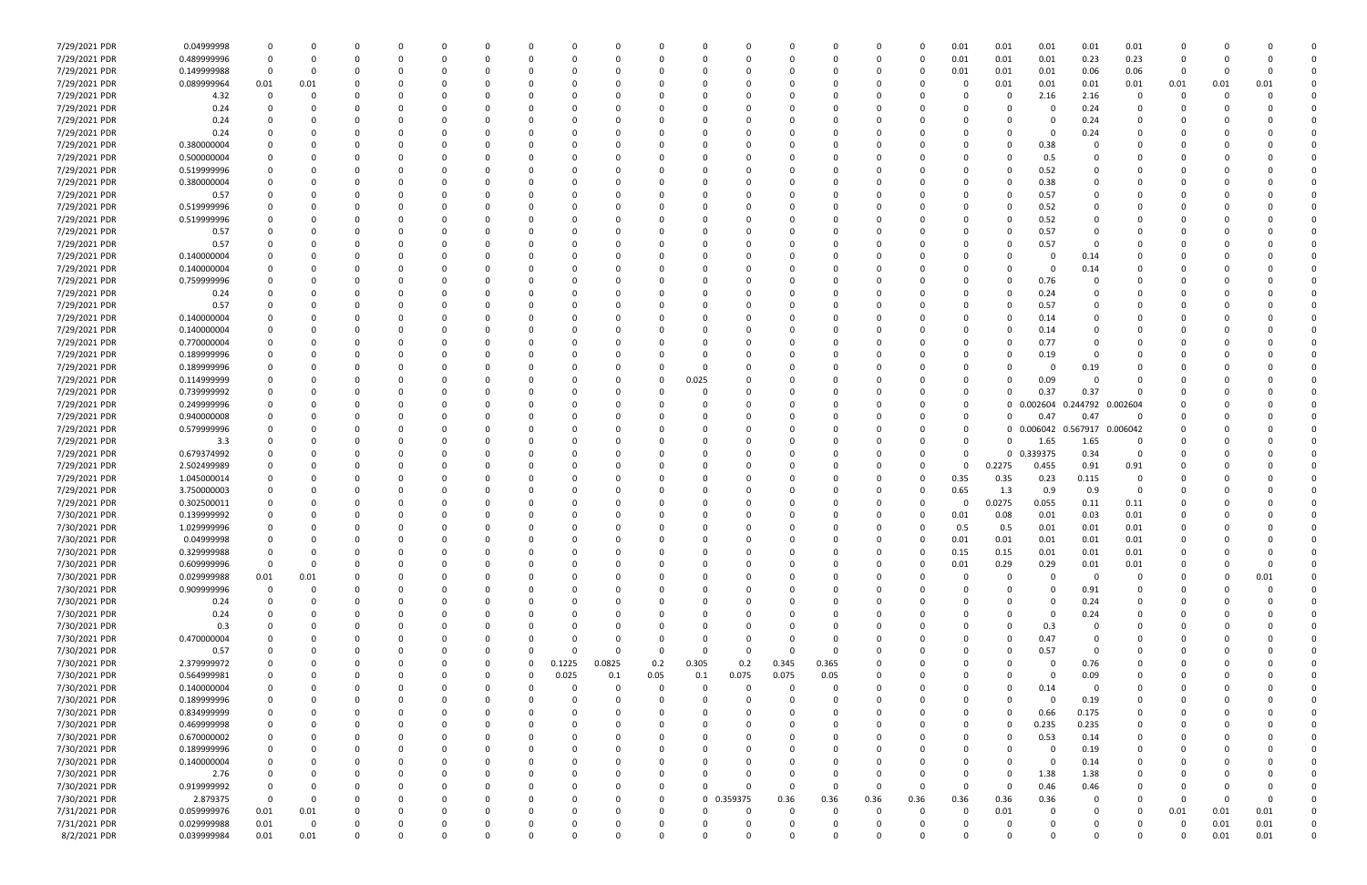| | | | | | | | | | | | | | | | | | | | | | | | | | | |
|---|---|---|---|---|---|---|---|---|---|---|---|---|---|---|---|---|---|---|---|---|---|---|---|---|---|---|
| 7/29/2021 PDR | 0.04999998 | 0 | 0 | 0 | 0 | 0 | 0 | 0 | 0 | 0 | 0 | 0 | 0 | 0 | 0 | 0 | 0 | 0.01 | 0.01 | 0.01 | 0.01 | 0.01 | 0 | 0 | 0 | 0 |
| 7/29/2021 PDR | 0.489999996 | 0 | 0 | 0 | 0 | 0 | 0 | 0 | 0 | 0 | 0 | 0 | 0 | 0 | 0 | 0 | 0 | 0.01 | 0.01 | 0.01 | 0.23 | 0.23 | 0 | 0 | 0 | 0 |
| 7/29/2021 PDR | 0.149999988 | 0 | 0 | 0 | 0 | 0 | 0 | 0 | 0 | 0 | 0 | 0 | 0 | 0 | 0 | 0 | 0 | 0.01 | 0.01 | 0.01 | 0.06 | 0.06 | 0 | 0 | 0 | 0 |
| 7/29/2021 PDR | 0.089999964 | 0.01 | 0.01 | 0 | 0 | 0 | 0 | 0 | 0 | 0 | 0 | 0 | 0 | 0 | 0 | 0 | 0 | 0 | 0.01 | 0.01 | 0.01 | 0.01 | 0.01 | 0.01 | 0.01 | 0 |
| 7/29/2021 PDR | 4.32 | 0 | 0 | 0 | 0 | 0 | 0 | 0 | 0 | 0 | 0 | 0 | 0 | 0 | 0 | 0 | 0 | 0 | 0 | 2.16 | 2.16 | 0 | 0 | 0 | 0 | 0 |
| 7/29/2021 PDR | 0.24 | 0 | 0 | 0 | 0 | 0 | 0 | 0 | 0 | 0 | 0 | 0 | 0 | 0 | 0 | 0 | 0 | 0 | 0 | 0 | 0.24 | 0 | 0 | 0 | 0 | 0 |
| 7/29/2021 PDR | 0.24 | 0 | 0 | 0 | 0 | 0 | 0 | 0 | 0 | 0 | 0 | 0 | 0 | 0 | 0 | 0 | 0 | 0 | 0 | 0 | 0.24 | 0 | 0 | 0 | 0 | 0 |
| 7/29/2021 PDR | 0.24 | 0 | 0 | 0 | 0 | 0 | 0 | 0 | 0 | 0 | 0 | 0 | 0 | 0 | 0 | 0 | 0 | 0 | 0 | 0 | 0.24 | 0 | 0 | 0 | 0 | 0 |
| 7/29/2021 PDR | 0.380000004 | 0 | 0 | 0 | 0 | 0 | 0 | 0 | 0 | 0 | 0 | 0 | 0 | 0 | 0 | 0 | 0 | 0 | 0 | 0.38 | 0 | 0 | 0 | 0 | 0 | 0 |
| 7/29/2021 PDR | 0.500000004 | 0 | 0 | 0 | 0 | 0 | 0 | 0 | 0 | 0 | 0 | 0 | 0 | 0 | 0 | 0 | 0 | 0 | 0 | 0.5 | 0 | 0 | 0 | 0 | 0 | 0 |
| 7/29/2021 PDR | 0.519999996 | 0 | 0 | 0 | 0 | 0 | 0 | 0 | 0 | 0 | 0 | 0 | 0 | 0 | 0 | 0 | 0 | 0 | 0 | 0.52 | 0 | 0 | 0 | 0 | 0 | 0 |
| 7/29/2021 PDR | 0.380000004 | 0 | 0 | 0 | 0 | 0 | 0 | 0 | 0 | 0 | 0 | 0 | 0 | 0 | 0 | 0 | 0 | 0 | 0 | 0.38 | 0 | 0 | 0 | 0 | 0 | 0 |
| 7/29/2021 PDR | 0.57 | 0 | 0 | 0 | 0 | 0 | 0 | 0 | 0 | 0 | 0 | 0 | 0 | 0 | 0 | 0 | 0 | 0 | 0 | 0.57 | 0 | 0 | 0 | 0 | 0 | 0 |
| 7/29/2021 PDR | 0.519999996 | 0 | 0 | 0 | 0 | 0 | 0 | 0 | 0 | 0 | 0 | 0 | 0 | 0 | 0 | 0 | 0 | 0 | 0 | 0.52 | 0 | 0 | 0 | 0 | 0 | 0 |
| 7/29/2021 PDR | 0.519999996 | 0 | 0 | 0 | 0 | 0 | 0 | 0 | 0 | 0 | 0 | 0 | 0 | 0 | 0 | 0 | 0 | 0 | 0 | 0.52 | 0 | 0 | 0 | 0 | 0 | 0 |
| 7/29/2021 PDR | 0.57 | 0 | 0 | 0 | 0 | 0 | 0 | 0 | 0 | 0 | 0 | 0 | 0 | 0 | 0 | 0 | 0 | 0 | 0 | 0.57 | 0 | 0 | 0 | 0 | 0 | 0 |
| 7/29/2021 PDR | 0.57 | 0 | 0 | 0 | 0 | 0 | 0 | 0 | 0 | 0 | 0 | 0 | 0 | 0 | 0 | 0 | 0 | 0 | 0 | 0.57 | 0 | 0 | 0 | 0 | 0 | 0 |
| 7/29/2021 PDR | 0.140000004 | 0 | 0 | 0 | 0 | 0 | 0 | 0 | 0 | 0 | 0 | 0 | 0 | 0 | 0 | 0 | 0 | 0 | 0 | 0 | 0.14 | 0 | 0 | 0 | 0 | 0 |
| 7/29/2021 PDR | 0.140000004 | 0 | 0 | 0 | 0 | 0 | 0 | 0 | 0 | 0 | 0 | 0 | 0 | 0 | 0 | 0 | 0 | 0 | 0 | 0 | 0.14 | 0 | 0 | 0 | 0 | 0 |
| 7/29/2021 PDR | 0.759999996 | 0 | 0 | 0 | 0 | 0 | 0 | 0 | 0 | 0 | 0 | 0 | 0 | 0 | 0 | 0 | 0 | 0 | 0 | 0.76 | 0 | 0 | 0 | 0 | 0 | 0 |
| 7/29/2021 PDR | 0.24 | 0 | 0 | 0 | 0 | 0 | 0 | 0 | 0 | 0 | 0 | 0 | 0 | 0 | 0 | 0 | 0 | 0 | 0 | 0.24 | 0 | 0 | 0 | 0 | 0 | 0 |
| 7/29/2021 PDR | 0.57 | 0 | 0 | 0 | 0 | 0 | 0 | 0 | 0 | 0 | 0 | 0 | 0 | 0 | 0 | 0 | 0 | 0 | 0 | 0.57 | 0 | 0 | 0 | 0 | 0 | 0 |
| 7/29/2021 PDR | 0.140000004 | 0 | 0 | 0 | 0 | 0 | 0 | 0 | 0 | 0 | 0 | 0 | 0 | 0 | 0 | 0 | 0 | 0 | 0 | 0.14 | 0 | 0 | 0 | 0 | 0 | 0 |
| 7/29/2021 PDR | 0.140000004 | 0 | 0 | 0 | 0 | 0 | 0 | 0 | 0 | 0 | 0 | 0 | 0 | 0 | 0 | 0 | 0 | 0 | 0 | 0.14 | 0 | 0 | 0 | 0 | 0 | 0 |
| 7/29/2021 PDR | 0.770000004 | 0 | 0 | 0 | 0 | 0 | 0 | 0 | 0 | 0 | 0 | 0 | 0 | 0 | 0 | 0 | 0 | 0 | 0 | 0.77 | 0 | 0 | 0 | 0 | 0 | 0 |
| 7/29/2021 PDR | 0.189999996 | 0 | 0 | 0 | 0 | 0 | 0 | 0 | 0 | 0 | 0 | 0 | 0 | 0 | 0 | 0 | 0 | 0 | 0 | 0.19 | 0 | 0 | 0 | 0 | 0 | 0 |
| 7/29/2021 PDR | 0.189999996 | 0 | 0 | 0 | 0 | 0 | 0 | 0 | 0 | 0 | 0 | 0 | 0 | 0 | 0 | 0 | 0 | 0 | 0 | 0 | 0.19 | 0 | 0 | 0 | 0 | 0 |
| 7/29/2021 PDR | 0.114999999 | 0 | 0 | 0 | 0 | 0 | 0 | 0 | 0 | 0 | 0 | 0.025 | 0 | 0 | 0 | 0 | 0 | 0 | 0 | 0.09 | 0 | 0 | 0 | 0 | 0 | 0 |
| 7/29/2021 PDR | 0.739999992 | 0 | 0 | 0 | 0 | 0 | 0 | 0 | 0 | 0 | 0 | 0 | 0 | 0 | 0 | 0 | 0 | 0 | 0 | 0.37 | 0.37 | 0 | 0 | 0 | 0 | 0 |
| 7/29/2021 PDR | 0.249999996 | 0 | 0 | 0 | 0 | 0 | 0 | 0 | 0 | 0 | 0 | 0 | 0 | 0 | 0 | 0 | 0 | 0 | 0 | 0.002604 | 0.244792 | 0.002604 | 0 | 0 | 0 | 0 |
| 7/29/2021 PDR | 0.940000008 | 0 | 0 | 0 | 0 | 0 | 0 | 0 | 0 | 0 | 0 | 0 | 0 | 0 | 0 | 0 | 0 | 0 | 0 | 0.47 | 0.47 | 0 | 0 | 0 | 0 | 0 |
| 7/29/2021 PDR | 0.579999996 | 0 | 0 | 0 | 0 | 0 | 0 | 0 | 0 | 0 | 0 | 0 | 0 | 0 | 0 | 0 | 0 | 0 | 0 | 0.006042 | 0.567917 | 0.006042 | 0 | 0 | 0 | 0 |
| 7/29/2021 PDR | 3.3 | 0 | 0 | 0 | 0 | 0 | 0 | 0 | 0 | 0 | 0 | 0 | 0 | 0 | 0 | 0 | 0 | 0 | 0 | 1.65 | 1.65 | 0 | 0 | 0 | 0 | 0 |
| 7/29/2021 PDR | 0.679374992 | 0 | 0 | 0 | 0 | 0 | 0 | 0 | 0 | 0 | 0 | 0 | 0 | 0 | 0 | 0 | 0 | 0 | 0 | 0.339375 | 0.34 | 0 | 0 | 0 | 0 | 0 |
| 7/29/2021 PDR | 2.502499989 | 0 | 0 | 0 | 0 | 0 | 0 | 0 | 0 | 0 | 0 | 0 | 0 | 0 | 0 | 0 | 0 | 0 | 0.2275 | 0.455 | 0.91 | 0.91 | 0 | 0 | 0 | 0 |
| 7/29/2021 PDR | 1.045000014 | 0 | 0 | 0 | 0 | 0 | 0 | 0 | 0 | 0 | 0 | 0 | 0 | 0 | 0 | 0 | 0 | 0.35 | 0.35 | 0.23 | 0.115 | 0 | 0 | 0 | 0 | 0 |
| 7/29/2021 PDR | 3.750000003 | 0 | 0 | 0 | 0 | 0 | 0 | 0 | 0 | 0 | 0 | 0 | 0 | 0 | 0 | 0 | 0 | 0.65 | 1.3 | 0.9 | 0.9 | 0 | 0 | 0 | 0 | 0 |
| 7/29/2021 PDR | 0.302500011 | 0 | 0 | 0 | 0 | 0 | 0 | 0 | 0 | 0 | 0 | 0 | 0 | 0 | 0 | 0 | 0 | 0 | 0.0275 | 0.055 | 0.11 | 0.11 | 0 | 0 | 0 | 0 |
| 7/30/2021 PDR | 0.139999992 | 0 | 0 | 0 | 0 | 0 | 0 | 0 | 0 | 0 | 0 | 0 | 0 | 0 | 0 | 0 | 0 | 0.01 | 0.08 | 0.01 | 0.03 | 0.01 | 0 | 0 | 0 | 0 |
| 7/30/2021 PDR | 1.029999996 | 0 | 0 | 0 | 0 | 0 | 0 | 0 | 0 | 0 | 0 | 0 | 0 | 0 | 0 | 0 | 0 | 0.5 | 0.5 | 0.01 | 0.01 | 0.01 | 0 | 0 | 0 | 0 |
| 7/30/2021 PDR | 0.04999998 | 0 | 0 | 0 | 0 | 0 | 0 | 0 | 0 | 0 | 0 | 0 | 0 | 0 | 0 | 0 | 0 | 0.01 | 0.01 | 0.01 | 0.01 | 0.01 | 0 | 0 | 0 | 0 |
| 7/30/2021 PDR | 0.329999988 | 0 | 0 | 0 | 0 | 0 | 0 | 0 | 0 | 0 | 0 | 0 | 0 | 0 | 0 | 0 | 0 | 0.15 | 0.15 | 0.01 | 0.01 | 0.01 | 0 | 0 | 0 | 0 |
| 7/30/2021 PDR | 0.609999996 | 0 | 0 | 0 | 0 | 0 | 0 | 0 | 0 | 0 | 0 | 0 | 0 | 0 | 0 | 0 | 0 | 0.01 | 0.29 | 0.29 | 0.01 | 0.01 | 0 | 0 | 0 | 0 |
| 7/30/2021 PDR | 0.029999988 | 0.01 | 0.01 | 0 | 0 | 0 | 0 | 0 | 0 | 0 | 0 | 0 | 0 | 0 | 0 | 0 | 0 | 0 | 0 | 0 | 0 | 0 | 0 | 0 | 0.01 | 0 |
| 7/30/2021 PDR | 0.909999996 | 0 | 0 | 0 | 0 | 0 | 0 | 0 | 0 | 0 | 0 | 0 | 0 | 0 | 0 | 0 | 0 | 0 | 0 | 0 | 0.91 | 0 | 0 | 0 | 0 | 0 |
| 7/30/2021 PDR | 0.24 | 0 | 0 | 0 | 0 | 0 | 0 | 0 | 0 | 0 | 0 | 0 | 0 | 0 | 0 | 0 | 0 | 0 | 0 | 0 | 0.24 | 0 | 0 | 0 | 0 | 0 |
| 7/30/2021 PDR | 0.24 | 0 | 0 | 0 | 0 | 0 | 0 | 0 | 0 | 0 | 0 | 0 | 0 | 0 | 0 | 0 | 0 | 0 | 0 | 0 | 0.24 | 0 | 0 | 0 | 0 | 0 |
| 7/30/2021 PDR | 0.3 | 0 | 0 | 0 | 0 | 0 | 0 | 0 | 0 | 0 | 0 | 0 | 0 | 0 | 0 | 0 | 0 | 0 | 0 | 0.3 | 0 | 0 | 0 | 0 | 0 | 0 |
| 7/30/2021 PDR | 0.470000004 | 0 | 0 | 0 | 0 | 0 | 0 | 0 | 0 | 0 | 0 | 0 | 0 | 0 | 0 | 0 | 0 | 0 | 0 | 0.47 | 0 | 0 | 0 | 0 | 0 | 0 |
| 7/30/2021 PDR | 0.57 | 0 | 0 | 0 | 0 | 0 | 0 | 0 | 0 | 0 | 0 | 0 | 0 | 0 | 0 | 0 | 0 | 0 | 0 | 0.57 | 0 | 0 | 0 | 0 | 0 | 0 |
| 7/30/2021 PDR | 2.379999972 | 0 | 0 | 0 | 0 | 0 | 0 | 0 | 0.1225 | 0.0825 | 0.2 | 0.305 | 0.2 | 0.345 | 0.365 | 0 | 0 | 0 | 0 | 0 | 0.76 | 0 | 0 | 0 | 0 | 0 |
| 7/30/2021 PDR | 0.564999981 | 0 | 0 | 0 | 0 | 0 | 0 | 0 | 0.025 | 0.1 | 0.05 | 0.1 | 0.075 | 0.075 | 0.05 | 0 | 0 | 0 | 0 | 0 | 0.09 | 0 | 0 | 0 | 0 | 0 |
| 7/30/2021 PDR | 0.140000004 | 0 | 0 | 0 | 0 | 0 | 0 | 0 | 0 | 0 | 0 | 0 | 0 | 0 | 0 | 0 | 0 | 0 | 0 | 0.14 | 0 | 0 | 0 | 0 | 0 | 0 |
| 7/30/2021 PDR | 0.189999996 | 0 | 0 | 0 | 0 | 0 | 0 | 0 | 0 | 0 | 0 | 0 | 0 | 0 | 0 | 0 | 0 | 0 | 0 | 0 | 0.19 | 0 | 0 | 0 | 0 | 0 |
| 7/30/2021 PDR | 0.834999999 | 0 | 0 | 0 | 0 | 0 | 0 | 0 | 0 | 0 | 0 | 0 | 0 | 0 | 0 | 0 | 0 | 0 | 0 | 0.66 | 0.175 | 0 | 0 | 0 | 0 | 0 |
| 7/30/2021 PDR | 0.469999998 | 0 | 0 | 0 | 0 | 0 | 0 | 0 | 0 | 0 | 0 | 0 | 0 | 0 | 0 | 0 | 0 | 0 | 0 | 0.235 | 0.235 | 0 | 0 | 0 | 0 | 0 |
| 7/30/2021 PDR | 0.670000002 | 0 | 0 | 0 | 0 | 0 | 0 | 0 | 0 | 0 | 0 | 0 | 0 | 0 | 0 | 0 | 0 | 0 | 0 | 0.53 | 0.14 | 0 | 0 | 0 | 0 | 0 |
| 7/30/2021 PDR | 0.189999996 | 0 | 0 | 0 | 0 | 0 | 0 | 0 | 0 | 0 | 0 | 0 | 0 | 0 | 0 | 0 | 0 | 0 | 0 | 0 | 0.19 | 0 | 0 | 0 | 0 | 0 |
| 7/30/2021 PDR | 0.140000004 | 0 | 0 | 0 | 0 | 0 | 0 | 0 | 0 | 0 | 0 | 0 | 0 | 0 | 0 | 0 | 0 | 0 | 0 | 0 | 0.14 | 0 | 0 | 0 | 0 | 0 |
| 7/30/2021 PDR | 2.76 | 0 | 0 | 0 | 0 | 0 | 0 | 0 | 0 | 0 | 0 | 0 | 0 | 0 | 0 | 0 | 0 | 0 | 0 | 1.38 | 1.38 | 0 | 0 | 0 | 0 | 0 |
| 7/30/2021 PDR | 0.919999992 | 0 | 0 | 0 | 0 | 0 | 0 | 0 | 0 | 0 | 0 | 0 | 0 | 0 | 0 | 0 | 0 | 0 | 0 | 0.46 | 0.46 | 0 | 0 | 0 | 0 | 0 |
| 7/30/2021 PDR | 2.879375 | 0 | 0 | 0 | 0 | 0 | 0 | 0 | 0 | 0 | 0 | 0 | 0.359375 | 0.36 | 0.36 | 0.36 | 0.36 | 0.36 | 0.36 | 0.36 | 0 | 0 | 0 | 0 | 0 | 0 |
| 7/31/2021 PDR | 0.059999976 | 0.01 | 0.01 | 0 | 0 | 0 | 0 | 0 | 0 | 0 | 0 | 0 | 0 | 0 | 0 | 0 | 0 | 0 | 0.01 | 0 | 0 | 0 | 0.01 | 0.01 | 0.01 | 0 |
| 7/31/2021 PDR | 0.029999988 | 0.01 | 0 | 0 | 0 | 0 | 0 | 0 | 0 | 0 | 0 | 0 | 0 | 0 | 0 | 0 | 0 | 0 | 0 | 0 | 0 | 0 | 0 | 0.01 | 0.01 | 0 |
| 8/2/2021 PDR | 0.039999984 | 0.01 | 0.01 | 0 | 0 | 0 | 0 | 0 | 0 | 0 | 0 | 0 | 0 | 0 | 0 | 0 | 0 | 0 | 0 | 0 | 0 | 0 | 0 | 0.01 | 0.01 | 0 |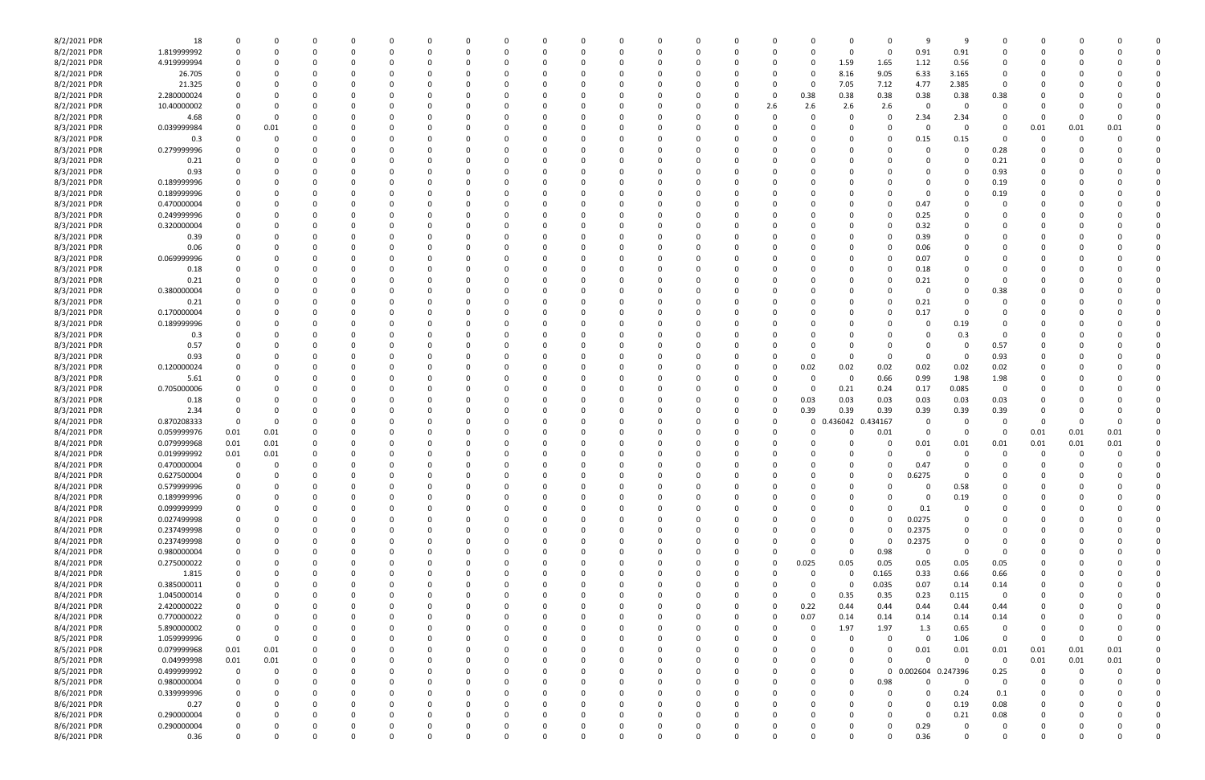| | | | | | | | | | | | | | | | | | | | | | | | | | | | | |
|---|---|---|---|---|---|---|---|---|---|---|---|---|---|---|---|---|---|---|---|---|---|---|---|---|---|---|---|---|
| 8/2/2021 | PDR | 18 | 0 | 0 | 0 | 0 | 0 | 0 | 0 | 0 | 0 | 0 | 0 | 0 | 0 | 0 | 0 | 0 | 0 | 0 | 0 | 9 | 9 | 0 | 0 | 0 | 0 | 0 |
| 8/2/2021 | PDR | 1.819999992 | 0 | 0 | 0 | 0 | 0 | 0 | 0 | 0 | 0 | 0 | 0 | 0 | 0 | 0 | 0 | 0 | 0 | 0 | 0 | 0.91 | 0.91 | 0 | 0 | 0 | 0 | 0 |
| 8/2/2021 | PDR | 4.919999994 | 0 | 0 | 0 | 0 | 0 | 0 | 0 | 0 | 0 | 0 | 0 | 0 | 0 | 0 | 0 | 0 | 0 | 1.59 | 1.65 | 1.12 | 0.56 | 0 | 0 | 0 | 0 | 0 |
| 8/2/2021 | PDR | 26.705 | 0 | 0 | 0 | 0 | 0 | 0 | 0 | 0 | 0 | 0 | 0 | 0 | 0 | 0 | 0 | 0 | 0 | 8.16 | 9.05 | 6.33 | 3.165 | 0 | 0 | 0 | 0 | 0 |
| 8/2/2021 | PDR | 21.325 | 0 | 0 | 0 | 0 | 0 | 0 | 0 | 0 | 0 | 0 | 0 | 0 | 0 | 0 | 0 | 0 | 0 | 7.05 | 7.12 | 4.77 | 2.385 | 0 | 0 | 0 | 0 | 0 |
| 8/2/2021 | PDR | 2.280000024 | 0 | 0 | 0 | 0 | 0 | 0 | 0 | 0 | 0 | 0 | 0 | 0 | 0 | 0 | 0 | 0 | 0.38 | 0.38 | 0.38 | 0.38 | 0.38 | 0.38 | 0 | 0 | 0 | 0 |
| 8/2/2021 | PDR | 10.40000002 | 0 | 0 | 0 | 0 | 0 | 0 | 0 | 0 | 0 | 0 | 0 | 0 | 0 | 0 | 0 | 2.6 | 2.6 | 2.6 | 2.6 | 0 | 0 | 0 | 0 | 0 | 0 | 0 |
| 8/2/2021 | PDR | 4.68 | 0 | 0 | 0 | 0 | 0 | 0 | 0 | 0 | 0 | 0 | 0 | 0 | 0 | 0 | 0 | 0 | 0 | 0 | 0 | 2.34 | 2.34 | 0 | 0 | 0 | 0 | 0 |
| 8/3/2021 | PDR | 0.039999984 | 0 | 0.01 | 0 | 0 | 0 | 0 | 0 | 0 | 0 | 0 | 0 | 0 | 0 | 0 | 0 | 0 | 0 | 0 | 0 | 0 | 0 | 0 | 0.01 | 0.01 | 0.01 | 0 |
| 8/3/2021 | PDR | 0.3 | 0 | 0 | 0 | 0 | 0 | 0 | 0 | 0 | 0 | 0 | 0 | 0 | 0 | 0 | 0 | 0 | 0 | 0 | 0 | 0.15 | 0.15 | 0 | 0 | 0 | 0 | 0 |
| 8/3/2021 | PDR | 0.279999996 | 0 | 0 | 0 | 0 | 0 | 0 | 0 | 0 | 0 | 0 | 0 | 0 | 0 | 0 | 0 | 0 | 0 | 0 | 0 | 0 | 0 | 0.28 | 0 | 0 | 0 | 0 |
| 8/3/2021 | PDR | 0.21 | 0 | 0 | 0 | 0 | 0 | 0 | 0 | 0 | 0 | 0 | 0 | 0 | 0 | 0 | 0 | 0 | 0 | 0 | 0 | 0 | 0 | 0.21 | 0 | 0 | 0 | 0 |
| 8/3/2021 | PDR | 0.93 | 0 | 0 | 0 | 0 | 0 | 0 | 0 | 0 | 0 | 0 | 0 | 0 | 0 | 0 | 0 | 0 | 0 | 0 | 0 | 0 | 0 | 0.93 | 0 | 0 | 0 | 0 |
| 8/3/2021 | PDR | 0.189999996 | 0 | 0 | 0 | 0 | 0 | 0 | 0 | 0 | 0 | 0 | 0 | 0 | 0 | 0 | 0 | 0 | 0 | 0 | 0 | 0 | 0 | 0.19 | 0 | 0 | 0 | 0 |
| 8/3/2021 | PDR | 0.189999996 | 0 | 0 | 0 | 0 | 0 | 0 | 0 | 0 | 0 | 0 | 0 | 0 | 0 | 0 | 0 | 0 | 0 | 0 | 0 | 0 | 0 | 0.19 | 0 | 0 | 0 | 0 |
| 8/3/2021 | PDR | 0.470000004 | 0 | 0 | 0 | 0 | 0 | 0 | 0 | 0 | 0 | 0 | 0 | 0 | 0 | 0 | 0 | 0 | 0 | 0 | 0 | 0.47 | 0 | 0 | 0 | 0 | 0 | 0 |
| 8/3/2021 | PDR | 0.249999996 | 0 | 0 | 0 | 0 | 0 | 0 | 0 | 0 | 0 | 0 | 0 | 0 | 0 | 0 | 0 | 0 | 0 | 0 | 0 | 0.25 | 0 | 0 | 0 | 0 | 0 | 0 |
| 8/3/2021 | PDR | 0.320000004 | 0 | 0 | 0 | 0 | 0 | 0 | 0 | 0 | 0 | 0 | 0 | 0 | 0 | 0 | 0 | 0 | 0 | 0 | 0 | 0.32 | 0 | 0 | 0 | 0 | 0 | 0 |
| 8/3/2021 | PDR | 0.39 | 0 | 0 | 0 | 0 | 0 | 0 | 0 | 0 | 0 | 0 | 0 | 0 | 0 | 0 | 0 | 0 | 0 | 0 | 0 | 0.39 | 0 | 0 | 0 | 0 | 0 | 0 |
| 8/3/2021 | PDR | 0.06 | 0 | 0 | 0 | 0 | 0 | 0 | 0 | 0 | 0 | 0 | 0 | 0 | 0 | 0 | 0 | 0 | 0 | 0 | 0 | 0.06 | 0 | 0 | 0 | 0 | 0 | 0 |
| 8/3/2021 | PDR | 0.069999996 | 0 | 0 | 0 | 0 | 0 | 0 | 0 | 0 | 0 | 0 | 0 | 0 | 0 | 0 | 0 | 0 | 0 | 0 | 0 | 0.07 | 0 | 0 | 0 | 0 | 0 | 0 |
| 8/3/2021 | PDR | 0.18 | 0 | 0 | 0 | 0 | 0 | 0 | 0 | 0 | 0 | 0 | 0 | 0 | 0 | 0 | 0 | 0 | 0 | 0 | 0 | 0.18 | 0 | 0 | 0 | 0 | 0 | 0 |
| 8/3/2021 | PDR | 0.21 | 0 | 0 | 0 | 0 | 0 | 0 | 0 | 0 | 0 | 0 | 0 | 0 | 0 | 0 | 0 | 0 | 0 | 0 | 0 | 0.21 | 0 | 0 | 0 | 0 | 0 | 0 |
| 8/3/2021 | PDR | 0.380000004 | 0 | 0 | 0 | 0 | 0 | 0 | 0 | 0 | 0 | 0 | 0 | 0 | 0 | 0 | 0 | 0 | 0 | 0 | 0 | 0 | 0 | 0.38 | 0 | 0 | 0 | 0 |
| 8/3/2021 | PDR | 0.21 | 0 | 0 | 0 | 0 | 0 | 0 | 0 | 0 | 0 | 0 | 0 | 0 | 0 | 0 | 0 | 0 | 0 | 0 | 0 | 0.21 | 0 | 0 | 0 | 0 | 0 | 0 |
| 8/3/2021 | PDR | 0.170000004 | 0 | 0 | 0 | 0 | 0 | 0 | 0 | 0 | 0 | 0 | 0 | 0 | 0 | 0 | 0 | 0 | 0 | 0 | 0 | 0.17 | 0 | 0 | 0 | 0 | 0 | 0 |
| 8/3/2021 | PDR | 0.189999996 | 0 | 0 | 0 | 0 | 0 | 0 | 0 | 0 | 0 | 0 | 0 | 0 | 0 | 0 | 0 | 0 | 0 | 0 | 0 | 0 | 0.19 | 0 | 0 | 0 | 0 | 0 |
| 8/3/2021 | PDR | 0.3 | 0 | 0 | 0 | 0 | 0 | 0 | 0 | 0 | 0 | 0 | 0 | 0 | 0 | 0 | 0 | 0 | 0 | 0 | 0 | 0 | 0.3 | 0 | 0 | 0 | 0 | 0 |
| 8/3/2021 | PDR | 0.57 | 0 | 0 | 0 | 0 | 0 | 0 | 0 | 0 | 0 | 0 | 0 | 0 | 0 | 0 | 0 | 0 | 0 | 0 | 0 | 0 | 0 | 0.57 | 0 | 0 | 0 | 0 |
| 8/3/2021 | PDR | 0.93 | 0 | 0 | 0 | 0 | 0 | 0 | 0 | 0 | 0 | 0 | 0 | 0 | 0 | 0 | 0 | 0 | 0 | 0 | 0 | 0 | 0 | 0.93 | 0 | 0 | 0 | 0 |
| 8/3/2021 | PDR | 0.120000024 | 0 | 0 | 0 | 0 | 0 | 0 | 0 | 0 | 0 | 0 | 0 | 0 | 0 | 0 | 0 | 0 | 0.02 | 0.02 | 0.02 | 0.02 | 0.02 | 0.02 | 0 | 0 | 0 | 0 |
| 8/3/2021 | PDR | 5.61 | 0 | 0 | 0 | 0 | 0 | 0 | 0 | 0 | 0 | 0 | 0 | 0 | 0 | 0 | 0 | 0 | 0 | 0 | 0.66 | 0.99 | 1.98 | 1.98 | 0 | 0 | 0 | 0 |
| 8/3/2021 | PDR | 0.705000006 | 0 | 0 | 0 | 0 | 0 | 0 | 0 | 0 | 0 | 0 | 0 | 0 | 0 | 0 | 0 | 0 | 0 | 0.21 | 0.24 | 0.17 | 0.085 | 0 | 0 | 0 | 0 | 0 |
| 8/3/2021 | PDR | 0.18 | 0 | 0 | 0 | 0 | 0 | 0 | 0 | 0 | 0 | 0 | 0 | 0 | 0 | 0 | 0 | 0 | 0.03 | 0.03 | 0.03 | 0.03 | 0.03 | 0.03 | 0 | 0 | 0 | 0 |
| 8/3/2021 | PDR | 2.34 | 0 | 0 | 0 | 0 | 0 | 0 | 0 | 0 | 0 | 0 | 0 | 0 | 0 | 0 | 0 | 0 | 0.39 | 0.39 | 0.39 | 0.39 | 0.39 | 0.39 | 0 | 0 | 0 | 0 |
| 8/4/2021 | PDR | 0.870208333 | 0 | 0 | 0 | 0 | 0 | 0 | 0 | 0 | 0 | 0 | 0 | 0 | 0 | 0 | 0 | 0 | 0 | 0.436042 | 0.434167 | 0 | 0 | 0 | 0 | 0 | 0 | 0 |
| 8/4/2021 | PDR | 0.059999976 | 0.01 | 0.01 | 0 | 0 | 0 | 0 | 0 | 0 | 0 | 0 | 0 | 0 | 0 | 0 | 0 | 0 | 0 | 0 | 0.01 | 0 | 0 | 0 | 0.01 | 0.01 | 0.01 | 0 |
| 8/4/2021 | PDR | 0.079999968 | 0.01 | 0.01 | 0 | 0 | 0 | 0 | 0 | 0 | 0 | 0 | 0 | 0 | 0 | 0 | 0 | 0 | 0 | 0 | 0 | 0.01 | 0.01 | 0.01 | 0.01 | 0.01 | 0.01 | 0 |
| 8/4/2021 | PDR | 0.019999992 | 0.01 | 0.01 | 0 | 0 | 0 | 0 | 0 | 0 | 0 | 0 | 0 | 0 | 0 | 0 | 0 | 0 | 0 | 0 | 0 | 0 | 0 | 0 | 0 | 0 | 0 | 0 |
| 8/4/2021 | PDR | 0.470000004 | 0 | 0 | 0 | 0 | 0 | 0 | 0 | 0 | 0 | 0 | 0 | 0 | 0 | 0 | 0 | 0 | 0 | 0 | 0 | 0.47 | 0 | 0 | 0 | 0 | 0 | 0 |
| 8/4/2021 | PDR | 0.627500004 | 0 | 0 | 0 | 0 | 0 | 0 | 0 | 0 | 0 | 0 | 0 | 0 | 0 | 0 | 0 | 0 | 0 | 0 | 0 | 0.6275 | 0 | 0 | 0 | 0 | 0 | 0 |
| 8/4/2021 | PDR | 0.579999996 | 0 | 0 | 0 | 0 | 0 | 0 | 0 | 0 | 0 | 0 | 0 | 0 | 0 | 0 | 0 | 0 | 0 | 0 | 0 | 0 | 0.58 | 0 | 0 | 0 | 0 | 0 |
| 8/4/2021 | PDR | 0.189999996 | 0 | 0 | 0 | 0 | 0 | 0 | 0 | 0 | 0 | 0 | 0 | 0 | 0 | 0 | 0 | 0 | 0 | 0 | 0 | 0 | 0.19 | 0 | 0 | 0 | 0 | 0 |
| 8/4/2021 | PDR | 0.099999999 | 0 | 0 | 0 | 0 | 0 | 0 | 0 | 0 | 0 | 0 | 0 | 0 | 0 | 0 | 0 | 0 | 0 | 0 | 0 | 0.1 | 0 | 0 | 0 | 0 | 0 | 0 |
| 8/4/2021 | PDR | 0.027499998 | 0 | 0 | 0 | 0 | 0 | 0 | 0 | 0 | 0 | 0 | 0 | 0 | 0 | 0 | 0 | 0 | 0 | 0 | 0 | 0.0275 | 0 | 0 | 0 | 0 | 0 | 0 |
| 8/4/2021 | PDR | 0.237499998 | 0 | 0 | 0 | 0 | 0 | 0 | 0 | 0 | 0 | 0 | 0 | 0 | 0 | 0 | 0 | 0 | 0 | 0 | 0 | 0.2375 | 0 | 0 | 0 | 0 | 0 | 0 |
| 8/4/2021 | PDR | 0.237499998 | 0 | 0 | 0 | 0 | 0 | 0 | 0 | 0 | 0 | 0 | 0 | 0 | 0 | 0 | 0 | 0 | 0 | 0 | 0 | 0.2375 | 0 | 0 | 0 | 0 | 0 | 0 |
| 8/4/2021 | PDR | 0.980000004 | 0 | 0 | 0 | 0 | 0 | 0 | 0 | 0 | 0 | 0 | 0 | 0 | 0 | 0 | 0 | 0 | 0 | 0 | 0.98 | 0 | 0 | 0 | 0 | 0 | 0 | 0 |
| 8/4/2021 | PDR | 0.275000022 | 0 | 0 | 0 | 0 | 0 | 0 | 0 | 0 | 0 | 0 | 0 | 0 | 0 | 0 | 0 | 0 | 0.025 | 0.05 | 0.05 | 0.05 | 0.05 | 0.05 | 0 | 0 | 0 | 0 |
| 8/4/2021 | PDR | 1.815 | 0 | 0 | 0 | 0 | 0 | 0 | 0 | 0 | 0 | 0 | 0 | 0 | 0 | 0 | 0 | 0 | 0 | 0 | 0.165 | 0.33 | 0.66 | 0.66 | 0 | 0 | 0 | 0 |
| 8/4/2021 | PDR | 0.385000011 | 0 | 0 | 0 | 0 | 0 | 0 | 0 | 0 | 0 | 0 | 0 | 0 | 0 | 0 | 0 | 0 | 0 | 0 | 0.035 | 0.07 | 0.14 | 0.14 | 0 | 0 | 0 | 0 |
| 8/4/2021 | PDR | 1.045000014 | 0 | 0 | 0 | 0 | 0 | 0 | 0 | 0 | 0 | 0 | 0 | 0 | 0 | 0 | 0 | 0 | 0 | 0.35 | 0.35 | 0.23 | 0.115 | 0 | 0 | 0 | 0 | 0 |
| 8/4/2021 | PDR | 2.420000022 | 0 | 0 | 0 | 0 | 0 | 0 | 0 | 0 | 0 | 0 | 0 | 0 | 0 | 0 | 0 | 0 | 0.22 | 0.44 | 0.44 | 0.44 | 0.44 | 0.44 | 0 | 0 | 0 | 0 |
| 8/4/2021 | PDR | 0.770000022 | 0 | 0 | 0 | 0 | 0 | 0 | 0 | 0 | 0 | 0 | 0 | 0 | 0 | 0 | 0 | 0 | 0.07 | 0.14 | 0.14 | 0.14 | 0.14 | 0.14 | 0 | 0 | 0 | 0 |
| 8/4/2021 | PDR | 5.890000002 | 0 | 0 | 0 | 0 | 0 | 0 | 0 | 0 | 0 | 0 | 0 | 0 | 0 | 0 | 0 | 0 | 0 | 1.97 | 1.97 | 1.3 | 0.65 | 0 | 0 | 0 | 0 | 0 |
| 8/5/2021 | PDR | 1.059999996 | 0 | 0 | 0 | 0 | 0 | 0 | 0 | 0 | 0 | 0 | 0 | 0 | 0 | 0 | 0 | 0 | 0 | 0 | 0 | 0 | 1.06 | 0 | 0 | 0 | 0 | 0 |
| 8/5/2021 | PDR | 0.079999968 | 0.01 | 0.01 | 0 | 0 | 0 | 0 | 0 | 0 | 0 | 0 | 0 | 0 | 0 | 0 | 0 | 0 | 0 | 0 | 0 | 0.01 | 0.01 | 0.01 | 0.01 | 0.01 | 0.01 | 0 |
| 8/5/2021 | PDR | 0.04999998 | 0.01 | 0.01 | 0 | 0 | 0 | 0 | 0 | 0 | 0 | 0 | 0 | 0 | 0 | 0 | 0 | 0 | 0 | 0 | 0 | 0 | 0 | 0 | 0.01 | 0.01 | 0.01 | 0 |
| 8/5/2021 | PDR | 0.499999992 | 0 | 0 | 0 | 0 | 0 | 0 | 0 | 0 | 0 | 0 | 0 | 0 | 0 | 0 | 0 | 0 | 0 | 0 | 0 | 0.002604 | 0.247396 | 0.25 | 0 | 0 | 0 | 0 |
| 8/5/2021 | PDR | 0.980000004 | 0 | 0 | 0 | 0 | 0 | 0 | 0 | 0 | 0 | 0 | 0 | 0 | 0 | 0 | 0 | 0 | 0 | 0 | 0.98 | 0 | 0 | 0 | 0 | 0 | 0 | 0 |
| 8/6/2021 | PDR | 0.339999996 | 0 | 0 | 0 | 0 | 0 | 0 | 0 | 0 | 0 | 0 | 0 | 0 | 0 | 0 | 0 | 0 | 0 | 0 | 0 | 0 | 0.24 | 0.1 | 0 | 0 | 0 | 0 |
| 8/6/2021 | PDR | 0.27 | 0 | 0 | 0 | 0 | 0 | 0 | 0 | 0 | 0 | 0 | 0 | 0 | 0 | 0 | 0 | 0 | 0 | 0 | 0 | 0 | 0.19 | 0.08 | 0 | 0 | 0 | 0 |
| 8/6/2021 | PDR | 0.290000004 | 0 | 0 | 0 | 0 | 0 | 0 | 0 | 0 | 0 | 0 | 0 | 0 | 0 | 0 | 0 | 0 | 0 | 0 | 0 | 0 | 0.21 | 0.08 | 0 | 0 | 0 | 0 |
| 8/6/2021 | PDR | 0.290000004 | 0 | 0 | 0 | 0 | 0 | 0 | 0 | 0 | 0 | 0 | 0 | 0 | 0 | 0 | 0 | 0 | 0 | 0 | 0 | 0.29 | 0 | 0 | 0 | 0 | 0 | 0 |
| 8/6/2021 | PDR | 0.36 | 0 | 0 | 0 | 0 | 0 | 0 | 0 | 0 | 0 | 0 | 0 | 0 | 0 | 0 | 0 | 0 | 0 | 0 | 0 | 0.36 | 0 | 0 | 0 | 0 | 0 | 0 |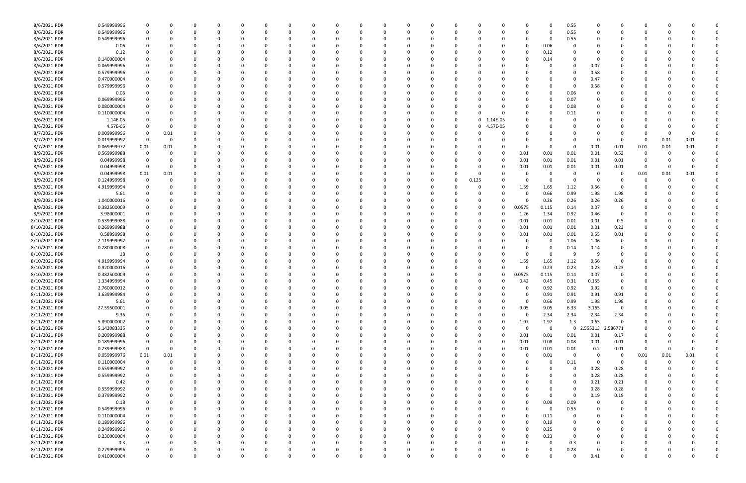| | | | | | | | | | | | | | | | | | | | | | | | | | | |
|---|---|---|---|---|---|---|---|---|---|---|---|---|---|---|---|---|---|---|---|---|---|---|---|---|---|---|
| 8/6/2021 PDR | 0.549999996 | 0 | 0 | 0 | 0 | 0 | 0 | 0 | 0 | 0 | 0 | 0 | 0 | 0 | 0 | 0 | 0 | 0 | 0 | 0.55 | 0 | 0 | 0 | 0 | 0 | 0 |
| 8/6/2021 PDR | 0.549999996 | 0 | 0 | 0 | 0 | 0 | 0 | 0 | 0 | 0 | 0 | 0 | 0 | 0 | 0 | 0 | 0 | 0 | 0 | 0.55 | 0 | 0 | 0 | 0 | 0 | 0 |
| 8/6/2021 PDR | 0.549999996 | 0 | 0 | 0 | 0 | 0 | 0 | 0 | 0 | 0 | 0 | 0 | 0 | 0 | 0 | 0 | 0 | 0 | 0 | 0.55 | 0 | 0 | 0 | 0 | 0 | 0 |
| 8/6/2021 PDR | 0.06 | 0 | 0 | 0 | 0 | 0 | 0 | 0 | 0 | 0 | 0 | 0 | 0 | 0 | 0 | 0 | 0 | 0 | 0.06 | 0 | 0 | 0 | 0 | 0 | 0 | 0 |
| 8/6/2021 PDR | 0.12 | 0 | 0 | 0 | 0 | 0 | 0 | 0 | 0 | 0 | 0 | 0 | 0 | 0 | 0 | 0 | 0 | 0 | 0.12 | 0 | 0 | 0 | 0 | 0 | 0 | 0 |
| 8/6/2021 PDR | 0.140000004 | 0 | 0 | 0 | 0 | 0 | 0 | 0 | 0 | 0 | 0 | 0 | 0 | 0 | 0 | 0 | 0 | 0 | 0.14 | 0 | 0 | 0 | 0 | 0 | 0 | 0 |
| 8/6/2021 PDR | 0.069999996 | 0 | 0 | 0 | 0 | 0 | 0 | 0 | 0 | 0 | 0 | 0 | 0 | 0 | 0 | 0 | 0 | 0 | 0 | 0 | 0.07 | 0 | 0 | 0 | 0 | 0 |
| 8/6/2021 PDR | 0.579999996 | 0 | 0 | 0 | 0 | 0 | 0 | 0 | 0 | 0 | 0 | 0 | 0 | 0 | 0 | 0 | 0 | 0 | 0 | 0 | 0.58 | 0 | 0 | 0 | 0 | 0 |
| 8/6/2021 PDR | 0.470000004 | 0 | 0 | 0 | 0 | 0 | 0 | 0 | 0 | 0 | 0 | 0 | 0 | 0 | 0 | 0 | 0 | 0 | 0 | 0 | 0.47 | 0 | 0 | 0 | 0 | 0 |
| 8/6/2021 PDR | 0.579999996 | 0 | 0 | 0 | 0 | 0 | 0 | 0 | 0 | 0 | 0 | 0 | 0 | 0 | 0 | 0 | 0 | 0 | 0 | 0 | 0.58 | 0 | 0 | 0 | 0 | 0 |
| 8/6/2021 PDR | 0.06 | 0 | 0 | 0 | 0 | 0 | 0 | 0 | 0 | 0 | 0 | 0 | 0 | 0 | 0 | 0 | 0 | 0 | 0 | 0.06 | 0 | 0 | 0 | 0 | 0 | 0 |
| 8/6/2021 PDR | 0.069999996 | 0 | 0 | 0 | 0 | 0 | 0 | 0 | 0 | 0 | 0 | 0 | 0 | 0 | 0 | 0 | 0 | 0 | 0 | 0.07 | 0 | 0 | 0 | 0 | 0 | 0 |
| 8/6/2021 PDR | 0.080000004 | 0 | 0 | 0 | 0 | 0 | 0 | 0 | 0 | 0 | 0 | 0 | 0 | 0 | 0 | 0 | 0 | 0 | 0 | 0.08 | 0 | 0 | 0 | 0 | 0 | 0 |
| 8/6/2021 PDR | 0.110000004 | 0 | 0 | 0 | 0 | 0 | 0 | 0 | 0 | 0 | 0 | 0 | 0 | 0 | 0 | 0 | 0 | 0 | 0 | 0.11 | 0 | 0 | 0 | 0 | 0 | 0 |
| 8/6/2021 PDR | 1.14E-05 | 0 | 0 | 0 | 0 | 0 | 0 | 0 | 0 | 0 | 0 | 0 | 0 | 0 | 0 | 0 | 1.14E-05 | 0 | 0 | 0 | 0 | 0 | 0 | 0 | 0 | 0 |
| 8/6/2021 PDR | 4.57E-05 | 0 | 0 | 0 | 0 | 0 | 0 | 0 | 0 | 0 | 0 | 0 | 0 | 0 | 0 | 0 | 4.57E-05 | 0 | 0 | 0 | 0 | 0 | 0 | 0 | 0 | 0 |
| 8/7/2021 PDR | 0.009999996 | 0 | 0.01 | 0 | 0 | 0 | 0 | 0 | 0 | 0 | 0 | 0 | 0 | 0 | 0 | 0 | 0 | 0 | 0 | 0 | 0 | 0 | 0 | 0 | 0 | 0 |
| 8/7/2021 PDR | 0.019999992 | 0 | 0 | 0 | 0 | 0 | 0 | 0 | 0 | 0 | 0 | 0 | 0 | 0 | 0 | 0 | 0 | 0 | 0 | 0 | 0 | 0 | 0 | 0.01 | 0.01 | 0 |
| 8/7/2021 PDR | 0.069999972 | 0.01 | 0.01 | 0 | 0 | 0 | 0 | 0 | 0 | 0 | 0 | 0 | 0 | 0 | 0 | 0 | 0 | 0 | 0 | 0 | 0.01 | 0.01 | 0.01 | 0.01 | 0.01 | 0 |
| 8/9/2021 PDR | 0.569999988 | 0 | 0 | 0 | 0 | 0 | 0 | 0 | 0 | 0 | 0 | 0 | 0 | 0 | 0 | 0 | 0 | 0.01 | 0.01 | 0.01 | 0.01 | 0.53 | 0 | 0 | 0 | 0 |
| 8/9/2021 PDR | 0.04999998 | 0 | 0 | 0 | 0 | 0 | 0 | 0 | 0 | 0 | 0 | 0 | 0 | 0 | 0 | 0 | 0 | 0.01 | 0.01 | 0.01 | 0.01 | 0.01 | 0 | 0 | 0 | 0 |
| 8/9/2021 PDR | 0.04999998 | 0 | 0 | 0 | 0 | 0 | 0 | 0 | 0 | 0 | 0 | 0 | 0 | 0 | 0 | 0 | 0 | 0.01 | 0.01 | 0.01 | 0.01 | 0.01 | 0 | 0 | 0 | 0 |
| 8/9/2021 PDR | 0.04999998 | 0.01 | 0.01 | 0 | 0 | 0 | 0 | 0 | 0 | 0 | 0 | 0 | 0 | 0 | 0 | 0 | 0 | 0 | 0 | 0 | 0 | 0 | 0.01 | 0.01 | 0.01 | 0 |
| 8/9/2021 PDR | 0.124999998 | 0 | 0 | 0 | 0 | 0 | 0 | 0 | 0 | 0 | 0 | 0 | 0 | 0 | 0 | 0.125 | 0 | 0 | 0 | 0 | 0 | 0 | 0 | 0 | 0 | 0 |
| 8/9/2021 PDR | 4.919999994 | 0 | 0 | 0 | 0 | 0 | 0 | 0 | 0 | 0 | 0 | 0 | 0 | 0 | 0 | 0 | 0 | 1.59 | 1.65 | 1.12 | 0.56 | 0 | 0 | 0 | 0 | 0 |
| 8/9/2021 PDR | 5.61 | 0 | 0 | 0 | 0 | 0 | 0 | 0 | 0 | 0 | 0 | 0 | 0 | 0 | 0 | 0 | 0 | 0 | 0.66 | 0.99 | 1.98 | 1.98 | 0 | 0 | 0 | 0 |
| 8/9/2021 PDR | 1.040000016 | 0 | 0 | 0 | 0 | 0 | 0 | 0 | 0 | 0 | 0 | 0 | 0 | 0 | 0 | 0 | 0 | 0 | 0.26 | 0.26 | 0.26 | 0.26 | 0 | 0 | 0 | 0 |
| 8/9/2021 PDR | 0.382500009 | 0 | 0 | 0 | 0 | 0 | 0 | 0 | 0 | 0 | 0 | 0 | 0 | 0 | 0 | 0 | 0 | 0.0575 | 0.115 | 0.14 | 0.07 | 0 | 0 | 0 | 0 | 0 |
| 8/9/2021 PDR | 3.98000001 | 0 | 0 | 0 | 0 | 0 | 0 | 0 | 0 | 0 | 0 | 0 | 0 | 0 | 0 | 0 | 0 | 1.26 | 1.34 | 0.92 | 0.46 | 0 | 0 | 0 | 0 | 0 |
| 8/10/2021 PDR | 0.539999988 | 0 | 0 | 0 | 0 | 0 | 0 | 0 | 0 | 0 | 0 | 0 | 0 | 0 | 0 | 0 | 0 | 0.01 | 0.01 | 0.01 | 0.01 | 0.5 | 0 | 0 | 0 | 0 |
| 8/10/2021 PDR | 0.269999988 | 0 | 0 | 0 | 0 | 0 | 0 | 0 | 0 | 0 | 0 | 0 | 0 | 0 | 0 | 0 | 0 | 0.01 | 0.01 | 0.01 | 0.01 | 0.23 | 0 | 0 | 0 | 0 |
| 8/10/2021 PDR | 0.58999998 | 0 | 0 | 0 | 0 | 0 | 0 | 0 | 0 | 0 | 0 | 0 | 0 | 0 | 0 | 0 | 0 | 0.01 | 0.01 | 0.01 | 0.55 | 0.01 | 0 | 0 | 0 | 0 |
| 8/10/2021 PDR | 2.119999992 | 0 | 0 | 0 | 0 | 0 | 0 | 0 | 0 | 0 | 0 | 0 | 0 | 0 | 0 | 0 | 0 | 0 | 0 | 1.06 | 1.06 | 0 | 0 | 0 | 0 | 0 |
| 8/10/2021 PDR | 0.280000008 | 0 | 0 | 0 | 0 | 0 | 0 | 0 | 0 | 0 | 0 | 0 | 0 | 0 | 0 | 0 | 0 | 0 | 0 | 0.14 | 0.14 | 0 | 0 | 0 | 0 | 0 |
| 8/10/2021 PDR | 18 | 0 | 0 | 0 | 0 | 0 | 0 | 0 | 0 | 0 | 0 | 0 | 0 | 0 | 0 | 0 | 0 | 0 | 0 | 9 | 9 | 0 | 0 | 0 | 0 | 0 |
| 8/10/2021 PDR | 4.919999994 | 0 | 0 | 0 | 0 | 0 | 0 | 0 | 0 | 0 | 0 | 0 | 0 | 0 | 0 | 0 | 0 | 1.59 | 1.65 | 1.12 | 0.56 | 0 | 0 | 0 | 0 | 0 |
| 8/10/2021 PDR | 0.920000016 | 0 | 0 | 0 | 0 | 0 | 0 | 0 | 0 | 0 | 0 | 0 | 0 | 0 | 0 | 0 | 0 | 0 | 0.23 | 0.23 | 0.23 | 0.23 | 0 | 0 | 0 | 0 |
| 8/10/2021 PDR | 0.382500009 | 0 | 0 | 0 | 0 | 0 | 0 | 0 | 0 | 0 | 0 | 0 | 0 | 0 | 0 | 0 | 0 | 0.0575 | 0.115 | 0.14 | 0.07 | 0 | 0 | 0 | 0 | 0 |
| 8/10/2021 PDR | 1.334999994 | 0 | 0 | 0 | 0 | 0 | 0 | 0 | 0 | 0 | 0 | 0 | 0 | 0 | 0 | 0 | 0 | 0.42 | 0.45 | 0.31 | 0.155 | 0 | 0 | 0 | 0 | 0 |
| 8/11/2021 PDR | 2.760000012 | 0 | 0 | 0 | 0 | 0 | 0 | 0 | 0 | 0 | 0 | 0 | 0 | 0 | 0 | 0 | 0 | 0 | 0.92 | 0.92 | 0.92 | 0 | 0 | 0 | 0 | 0 |
| 8/11/2021 PDR | 3.639999984 | 0 | 0 | 0 | 0 | 0 | 0 | 0 | 0 | 0 | 0 | 0 | 0 | 0 | 0 | 0 | 0 | 0 | 0.91 | 0.91 | 0.91 | 0.91 | 0 | 0 | 0 | 0 |
| 8/11/2021 PDR | 5.61 | 0 | 0 | 0 | 0 | 0 | 0 | 0 | 0 | 0 | 0 | 0 | 0 | 0 | 0 | 0 | 0 | 0 | 0.66 | 0.99 | 1.98 | 1.98 | 0 | 0 | 0 | 0 |
| 8/11/2021 PDR | 27.59500001 | 0 | 0 | 0 | 0 | 0 | 0 | 0 | 0 | 0 | 0 | 0 | 0 | 0 | 0 | 0 | 0 | 9.05 | 9.05 | 6.33 | 3.165 | 0 | 0 | 0 | 0 | 0 |
| 8/11/2021 PDR | 9.36 | 0 | 0 | 0 | 0 | 0 | 0 | 0 | 0 | 0 | 0 | 0 | 0 | 0 | 0 | 0 | 0 | 0 | 2.34 | 2.34 | 2.34 | 2.34 | 0 | 0 | 0 | 0 |
| 8/11/2021 PDR | 5.890000002 | 0 | 0 | 0 | 0 | 0 | 0 | 0 | 0 | 0 | 0 | 0 | 0 | 0 | 0 | 0 | 0 | 1.97 | 1.97 | 1.3 | 0.65 | 0 | 0 | 0 | 0 | 0 |
| 8/11/2021 PDR | 5.142083335 | 0 | 0 | 0 | 0 | 0 | 0 | 0 | 0 | 0 | 0 | 0 | 0 | 0 | 0 | 0 | 0 | 0 | 0 | 0 | 2.555313 | 2.586771 | 0 | 0 | 0 | 0 |
| 8/11/2021 PDR | 0.209999988 | 0 | 0 | 0 | 0 | 0 | 0 | 0 | 0 | 0 | 0 | 0 | 0 | 0 | 0 | 0 | 0 | 0.01 | 0.01 | 0.01 | 0.01 | 0.17 | 0 | 0 | 0 | 0 |
| 8/11/2021 PDR | 0.189999996 | 0 | 0 | 0 | 0 | 0 | 0 | 0 | 0 | 0 | 0 | 0 | 0 | 0 | 0 | 0 | 0 | 0.01 | 0.08 | 0.08 | 0.01 | 0.01 | 0 | 0 | 0 | 0 |
| 8/11/2021 PDR | 0.239999988 | 0 | 0 | 0 | 0 | 0 | 0 | 0 | 0 | 0 | 0 | 0 | 0 | 0 | 0 | 0 | 0 | 0.01 | 0.01 | 0.01 | 0.2 | 0.01 | 0 | 0 | 0 | 0 |
| 8/11/2021 PDR | 0.059999976 | 0.01 | 0.01 | 0 | 0 | 0 | 0 | 0 | 0 | 0 | 0 | 0 | 0 | 0 | 0 | 0 | 0 | 0 | 0.01 | 0 | 0 | 0 | 0.01 | 0.01 | 0.01 | 0 |
| 8/11/2021 PDR | 0.110000004 | 0 | 0 | 0 | 0 | 0 | 0 | 0 | 0 | 0 | 0 | 0 | 0 | 0 | 0 | 0 | 0 | 0 | 0 | 0.11 | 0 | 0 | 0 | 0 | 0 | 0 |
| 8/11/2021 PDR | 0.559999992 | 0 | 0 | 0 | 0 | 0 | 0 | 0 | 0 | 0 | 0 | 0 | 0 | 0 | 0 | 0 | 0 | 0 | 0 | 0 | 0.28 | 0.28 | 0 | 0 | 0 | 0 |
| 8/11/2021 PDR | 0.559999992 | 0 | 0 | 0 | 0 | 0 | 0 | 0 | 0 | 0 | 0 | 0 | 0 | 0 | 0 | 0 | 0 | 0 | 0 | 0 | 0.28 | 0.28 | 0 | 0 | 0 | 0 |
| 8/11/2021 PDR | 0.42 | 0 | 0 | 0 | 0 | 0 | 0 | 0 | 0 | 0 | 0 | 0 | 0 | 0 | 0 | 0 | 0 | 0 | 0 | 0 | 0.21 | 0.21 | 0 | 0 | 0 | 0 |
| 8/11/2021 PDR | 0.559999992 | 0 | 0 | 0 | 0 | 0 | 0 | 0 | 0 | 0 | 0 | 0 | 0 | 0 | 0 | 0 | 0 | 0 | 0 | 0 | 0.28 | 0.28 | 0 | 0 | 0 | 0 |
| 8/11/2021 PDR | 0.379999992 | 0 | 0 | 0 | 0 | 0 | 0 | 0 | 0 | 0 | 0 | 0 | 0 | 0 | 0 | 0 | 0 | 0 | 0 | 0 | 0.19 | 0.19 | 0 | 0 | 0 | 0 |
| 8/11/2021 PDR | 0.18 | 0 | 0 | 0 | 0 | 0 | 0 | 0 | 0 | 0 | 0 | 0 | 0 | 0 | 0 | 0 | 0 | 0 | 0.09 | 0.09 | 0 | 0 | 0 | 0 | 0 | 0 |
| 8/11/2021 PDR | 0.549999996 | 0 | 0 | 0 | 0 | 0 | 0 | 0 | 0 | 0 | 0 | 0 | 0 | 0 | 0 | 0 | 0 | 0 | 0 | 0.55 | 0 | 0 | 0 | 0 | 0 | 0 |
| 8/11/2021 PDR | 0.110000004 | 0 | 0 | 0 | 0 | 0 | 0 | 0 | 0 | 0 | 0 | 0 | 0 | 0 | 0 | 0 | 0 | 0 | 0.11 | 0 | 0 | 0 | 0 | 0 | 0 | 0 |
| 8/11/2021 PDR | 0.189999996 | 0 | 0 | 0 | 0 | 0 | 0 | 0 | 0 | 0 | 0 | 0 | 0 | 0 | 0 | 0 | 0 | 0 | 0.19 | 0 | 0 | 0 | 0 | 0 | 0 | 0 |
| 8/11/2021 PDR | 0.249999996 | 0 | 0 | 0 | 0 | 0 | 0 | 0 | 0 | 0 | 0 | 0 | 0 | 0 | 0 | 0 | 0 | 0 | 0.25 | 0 | 0 | 0 | 0 | 0 | 0 | 0 |
| 8/11/2021 PDR | 0.230000004 | 0 | 0 | 0 | 0 | 0 | 0 | 0 | 0 | 0 | 0 | 0 | 0 | 0 | 0 | 0 | 0 | 0 | 0.23 | 0 | 0 | 0 | 0 | 0 | 0 | 0 |
| 8/11/2021 PDR | 0.3 | 0 | 0 | 0 | 0 | 0 | 0 | 0 | 0 | 0 | 0 | 0 | 0 | 0 | 0 | 0 | 0 | 0 | 0 | 0.3 | 0 | 0 | 0 | 0 | 0 | 0 |
| 8/11/2021 PDR | 0.279999996 | 0 | 0 | 0 | 0 | 0 | 0 | 0 | 0 | 0 | 0 | 0 | 0 | 0 | 0 | 0 | 0 | 0 | 0 | 0.28 | 0 | 0 | 0 | 0 | 0 | 0 |
| 8/11/2021 PDR | 0.410000004 | 0 | 0 | 0 | 0 | 0 | 0 | 0 | 0 | 0 | 0 | 0 | 0 | 0 | 0 | 0 | 0 | 0 | 0 | 0 | 0.41 | 0 | 0 | 0 | 0 | 0 |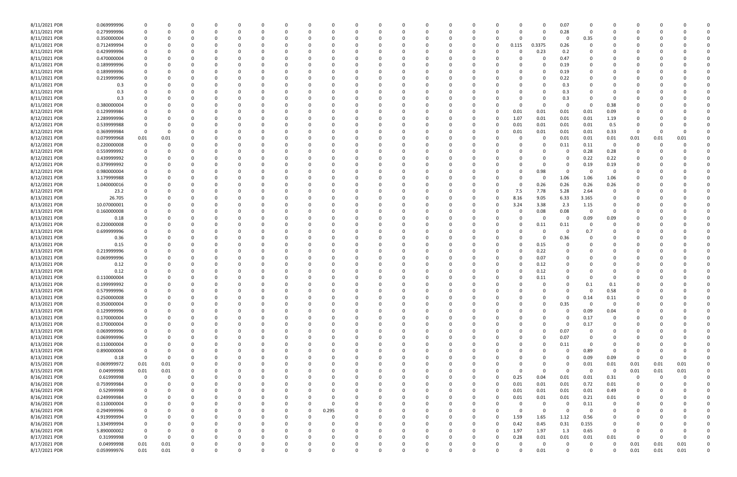| | | | | | | | | | | | | | | | | | | | | | | | | | | |
|---|---|---|---|---|---|---|---|---|---|---|---|---|---|---|---|---|---|---|---|---|---|---|---|---|---|---|
| 8/11/2021 PDR | 0.069999996 | 0 | 0 | 0 | 0 | 0 | 0 | 0 | 0 | 0 | 0 | 0 | 0 | 0 | 0 | 0 | 0 | 0 | 0 | 0.07 | 0 | 0 | 0 | 0 | 0 | 0 |
| 8/11/2021 PDR | 0.279999996 | 0 | 0 | 0 | 0 | 0 | 0 | 0 | 0 | 0 | 0 | 0 | 0 | 0 | 0 | 0 | 0 | 0 | 0 | 0.28 | 0 | 0 | 0 | 0 | 0 | 0 |
| 8/11/2021 PDR | 0.350000004 | 0 | 0 | 0 | 0 | 0 | 0 | 0 | 0 | 0 | 0 | 0 | 0 | 0 | 0 | 0 | 0 | 0 | 0 | 0 | 0.35 | 0 | 0 | 0 | 0 | 0 |
| 8/11/2021 PDR | 0.712499994 | 0 | 0 | 0 | 0 | 0 | 0 | 0 | 0 | 0 | 0 | 0 | 0 | 0 | 0 | 0 | 0 | 0.115 | 0.3375 | 0.26 | 0 | 0 | 0 | 0 | 0 | 0 |
| 8/11/2021 PDR | 0.429999996 | 0 | 0 | 0 | 0 | 0 | 0 | 0 | 0 | 0 | 0 | 0 | 0 | 0 | 0 | 0 | 0 | 0 | 0.23 | 0.2 | 0 | 0 | 0 | 0 | 0 | 0 |
| 8/11/2021 PDR | 0.470000004 | 0 | 0 | 0 | 0 | 0 | 0 | 0 | 0 | 0 | 0 | 0 | 0 | 0 | 0 | 0 | 0 | 0 | 0 | 0.47 | 0 | 0 | 0 | 0 | 0 | 0 |
| 8/11/2021 PDR | 0.189999996 | 0 | 0 | 0 | 0 | 0 | 0 | 0 | 0 | 0 | 0 | 0 | 0 | 0 | 0 | 0 | 0 | 0 | 0 | 0.19 | 0 | 0 | 0 | 0 | 0 | 0 |
| 8/11/2021 PDR | 0.189999996 | 0 | 0 | 0 | 0 | 0 | 0 | 0 | 0 | 0 | 0 | 0 | 0 | 0 | 0 | 0 | 0 | 0 | 0 | 0.19 | 0 | 0 | 0 | 0 | 0 | 0 |
| 8/11/2021 PDR | 0.219999996 | 0 | 0 | 0 | 0 | 0 | 0 | 0 | 0 | 0 | 0 | 0 | 0 | 0 | 0 | 0 | 0 | 0 | 0 | 0.22 | 0 | 0 | 0 | 0 | 0 | 0 |
| 8/11/2021 PDR | 0.3 | 0 | 0 | 0 | 0 | 0 | 0 | 0 | 0 | 0 | 0 | 0 | 0 | 0 | 0 | 0 | 0 | 0 | 0 | 0.3 | 0 | 0 | 0 | 0 | 0 | 0 |
| 8/11/2021 PDR | 0.3 | 0 | 0 | 0 | 0 | 0 | 0 | 0 | 0 | 0 | 0 | 0 | 0 | 0 | 0 | 0 | 0 | 0 | 0 | 0.3 | 0 | 0 | 0 | 0 | 0 | 0 |
| 8/11/2021 PDR | 0.3 | 0 | 0 | 0 | 0 | 0 | 0 | 0 | 0 | 0 | 0 | 0 | 0 | 0 | 0 | 0 | 0 | 0 | 0 | 0.3 | 0 | 0 | 0 | 0 | 0 | 0 |
| 8/11/2021 PDR | 0.380000004 | 0 | 0 | 0 | 0 | 0 | 0 | 0 | 0 | 0 | 0 | 0 | 0 | 0 | 0 | 0 | 0 | 0 | 0 | 0 | 0 | 0.38 | 0 | 0 | 0 | 0 |
| 8/12/2021 PDR | 0.129999984 | 0 | 0 | 0 | 0 | 0 | 0 | 0 | 0 | 0 | 0 | 0 | 0 | 0 | 0 | 0 | 0 | 0.01 | 0.01 | 0.01 | 0.01 | 0.09 | 0 | 0 | 0 | 0 |
| 8/12/2021 PDR | 2.289999996 | 0 | 0 | 0 | 0 | 0 | 0 | 0 | 0 | 0 | 0 | 0 | 0 | 0 | 0 | 0 | 0 | 1.07 | 0.01 | 0.01 | 0.01 | 1.19 | 0 | 0 | 0 | 0 |
| 8/12/2021 PDR | 0.539999988 | 0 | 0 | 0 | 0 | 0 | 0 | 0 | 0 | 0 | 0 | 0 | 0 | 0 | 0 | 0 | 0 | 0.01 | 0.01 | 0.01 | 0.01 | 0.5 | 0 | 0 | 0 | 0 |
| 8/12/2021 PDR | 0.369999984 | 0 | 0 | 0 | 0 | 0 | 0 | 0 | 0 | 0 | 0 | 0 | 0 | 0 | 0 | 0 | 0 | 0.01 | 0.01 | 0.01 | 0.01 | 0.33 | 0 | 0 | 0 | 0 |
| 8/12/2021 PDR | 0.079999968 | 0.01 | 0.01 | 0 | 0 | 0 | 0 | 0 | 0 | 0 | 0 | 0 | 0 | 0 | 0 | 0 | 0 | 0 | 0 | 0.01 | 0.01 | 0.01 | 0.01 | 0.01 | 0.01 | 0 |
| 8/12/2021 PDR | 0.220000008 | 0 | 0 | 0 | 0 | 0 | 0 | 0 | 0 | 0 | 0 | 0 | 0 | 0 | 0 | 0 | 0 | 0 | 0 | 0.11 | 0.11 | 0 | 0 | 0 | 0 | 0 |
| 8/12/2021 PDR | 0.559999992 | 0 | 0 | 0 | 0 | 0 | 0 | 0 | 0 | 0 | 0 | 0 | 0 | 0 | 0 | 0 | 0 | 0 | 0 | 0 | 0.28 | 0.28 | 0 | 0 | 0 | 0 |
| 8/12/2021 PDR | 0.439999992 | 0 | 0 | 0 | 0 | 0 | 0 | 0 | 0 | 0 | 0 | 0 | 0 | 0 | 0 | 0 | 0 | 0 | 0 | 0 | 0.22 | 0.22 | 0 | 0 | 0 | 0 |
| 8/12/2021 PDR | 0.37999999 | 0 | 0 | 0 | 0 | 0 | 0 | 0 | 0 | 0 | 0 | 0 | 0 | 0 | 0 | 0 | 0 | 0 | 0 | 0 | 0.19 | 0.19 | 0 | 0 | 0 | 0 |
| 8/12/2021 PDR | 0.980000004 | 0 | 0 | 0 | 0 | 0 | 0 | 0 | 0 | 0 | 0 | 0 | 0 | 0 | 0 | 0 | 0 | 0 | 0.98 | 0 | 0 | 0 | 0 | 0 | 0 | 0 |
| 8/12/2021 PDR | 3.179999988 | 0 | 0 | 0 | 0 | 0 | 0 | 0 | 0 | 0 | 0 | 0 | 0 | 0 | 0 | 0 | 0 | 0 | 0 | 1.06 | 1.06 | 1.06 | 0 | 0 | 0 | 0 |
| 8/12/2021 PDR | 1.040000016 | 0 | 0 | 0 | 0 | 0 | 0 | 0 | 0 | 0 | 0 | 0 | 0 | 0 | 0 | 0 | 0 | 0 | 0.26 | 0.26 | 0.26 | 0.26 | 0 | 0 | 0 | 0 |
| 8/12/2021 PDR | 23.2 | 0 | 0 | 0 | 0 | 0 | 0 | 0 | 0 | 0 | 0 | 0 | 0 | 0 | 0 | 0 | 0 | 7.5 | 7.78 | 5.28 | 2.64 | 0 | 0 | 0 | 0 | 0 |
| 8/13/2021 PDR | 26.705 | 0 | 0 | 0 | 0 | 0 | 0 | 0 | 0 | 0 | 0 | 0 | 0 | 0 | 0 | 0 | 0 | 8.16 | 9.05 | 6.33 | 3.165 | 0 | 0 | 0 | 0 | 0 |
| 8/13/2021 PDR | 10.07000001 | 0 | 0 | 0 | 0 | 0 | 0 | 0 | 0 | 0 | 0 | 0 | 0 | 0 | 0 | 0 | 0 | 3.24 | 3.38 | 2.3 | 1.15 | 0 | 0 | 0 | 0 | 0 |
| 8/13/2021 PDR | 0.160000008 | 0 | 0 | 0 | 0 | 0 | 0 | 0 | 0 | 0 | 0 | 0 | 0 | 0 | 0 | 0 | 0 | 0 | 0.08 | 0.08 | 0 | 0 | 0 | 0 | 0 | 0 |
| 8/13/2021 PDR | 0.18 | 0 | 0 | 0 | 0 | 0 | 0 | 0 | 0 | 0 | 0 | 0 | 0 | 0 | 0 | 0 | 0 | 0 | 0 | 0 | 0.09 | 0.09 | 0 | 0 | 0 | 0 |
| 8/13/2021 PDR | 0.220000008 | 0 | 0 | 0 | 0 | 0 | 0 | 0 | 0 | 0 | 0 | 0 | 0 | 0 | 0 | 0 | 0 | 0 | 0.11 | 0.11 | 0 | 0 | 0 | 0 | 0 | 0 |
| 8/13/2021 PDR | 0.699999996 | 0 | 0 | 0 | 0 | 0 | 0 | 0 | 0 | 0 | 0 | 0 | 0 | 0 | 0 | 0 | 0 | 0 | 0 | 0 | 0.7 | 0 | 0 | 0 | 0 | 0 |
| 8/13/2021 PDR | 0.36 | 0 | 0 | 0 | 0 | 0 | 0 | 0 | 0 | 0 | 0 | 0 | 0 | 0 | 0 | 0 | 0 | 0 | 0 | 0.36 | 0 | 0 | 0 | 0 | 0 | 0 |
| 8/13/2021 PDR | 0.15 | 0 | 0 | 0 | 0 | 0 | 0 | 0 | 0 | 0 | 0 | 0 | 0 | 0 | 0 | 0 | 0 | 0 | 0.15 | 0 | 0 | 0 | 0 | 0 | 0 | 0 |
| 8/13/2021 PDR | 0.219999996 | 0 | 0 | 0 | 0 | 0 | 0 | 0 | 0 | 0 | 0 | 0 | 0 | 0 | 0 | 0 | 0 | 0 | 0.22 | 0 | 0 | 0 | 0 | 0 | 0 | 0 |
| 8/13/2021 PDR | 0.069999996 | 0 | 0 | 0 | 0 | 0 | 0 | 0 | 0 | 0 | 0 | 0 | 0 | 0 | 0 | 0 | 0 | 0 | 0.07 | 0 | 0 | 0 | 0 | 0 | 0 | 0 |
| 8/13/2021 PDR | 0.12 | 0 | 0 | 0 | 0 | 0 | 0 | 0 | 0 | 0 | 0 | 0 | 0 | 0 | 0 | 0 | 0 | 0 | 0.12 | 0 | 0 | 0 | 0 | 0 | 0 | 0 |
| 8/13/2021 PDR | 0.12 | 0 | 0 | 0 | 0 | 0 | 0 | 0 | 0 | 0 | 0 | 0 | 0 | 0 | 0 | 0 | 0 | 0 | 0.12 | 0 | 0 | 0 | 0 | 0 | 0 | 0 |
| 8/13/2021 PDR | 0.110000004 | 0 | 0 | 0 | 0 | 0 | 0 | 0 | 0 | 0 | 0 | 0 | 0 | 0 | 0 | 0 | 0 | 0 | 0.11 | 0 | 0 | 0 | 0 | 0 | 0 | 0 |
| 8/13/2021 PDR | 0.199999992 | 0 | 0 | 0 | 0 | 0 | 0 | 0 | 0 | 0 | 0 | 0 | 0 | 0 | 0 | 0 | 0 | 0 | 0 | 0 | 0.1 | 0.1 | 0 | 0 | 0 | 0 |
| 8/13/2021 PDR | 0.579999996 | 0 | 0 | 0 | 0 | 0 | 0 | 0 | 0 | 0 | 0 | 0 | 0 | 0 | 0 | 0 | 0 | 0 | 0 | 0 | 0 | 0.58 | 0 | 0 | 0 | 0 |
| 8/13/2021 PDR | 0.250000008 | 0 | 0 | 0 | 0 | 0 | 0 | 0 | 0 | 0 | 0 | 0 | 0 | 0 | 0 | 0 | 0 | 0 | 0 | 0 | 0.14 | 0.11 | 0 | 0 | 0 | 0 |
| 8/13/2021 PDR | 0.350000004 | 0 | 0 | 0 | 0 | 0 | 0 | 0 | 0 | 0 | 0 | 0 | 0 | 0 | 0 | 0 | 0 | 0 | 0 | 0.35 | 0 | 0 | 0 | 0 | 0 | 0 |
| 8/13/2021 PDR | 0.129999996 | 0 | 0 | 0 | 0 | 0 | 0 | 0 | 0 | 0 | 0 | 0 | 0 | 0 | 0 | 0 | 0 | 0 | 0 | 0 | 0.09 | 0.04 | 0 | 0 | 0 | 0 |
| 8/13/2021 PDR | 0.170000004 | 0 | 0 | 0 | 0 | 0 | 0 | 0 | 0 | 0 | 0 | 0 | 0 | 0 | 0 | 0 | 0 | 0 | 0 | 0 | 0.17 | 0 | 0 | 0 | 0 | 0 |
| 8/13/2021 PDR | 0.170000004 | 0 | 0 | 0 | 0 | 0 | 0 | 0 | 0 | 0 | 0 | 0 | 0 | 0 | 0 | 0 | 0 | 0 | 0 | 0 | 0.17 | 0 | 0 | 0 | 0 | 0 |
| 8/13/2021 PDR | 0.069999996 | 0 | 0 | 0 | 0 | 0 | 0 | 0 | 0 | 0 | 0 | 0 | 0 | 0 | 0 | 0 | 0 | 0 | 0 | 0.07 | 0 | 0 | 0 | 0 | 0 | 0 |
| 8/13/2021 PDR | 0.069999996 | 0 | 0 | 0 | 0 | 0 | 0 | 0 | 0 | 0 | 0 | 0 | 0 | 0 | 0 | 0 | 0 | 0 | 0 | 0.07 | 0 | 0 | 0 | 0 | 0 | 0 |
| 8/13/2021 PDR | 0.110000004 | 0 | 0 | 0 | 0 | 0 | 0 | 0 | 0 | 0 | 0 | 0 | 0 | 0 | 0 | 0 | 0 | 0 | 0 | 0.11 | 0 | 0 | 0 | 0 | 0 | 0 |
| 8/13/2021 PDR | 0.890000004 | 0 | 0 | 0 | 0 | 0 | 0 | 0 | 0 | 0 | 0 | 0 | 0 | 0 | 0 | 0 | 0 | 0 | 0 | 0 | 0.89 | 0 | 0 | 0 | 0 | 0 |
| 8/13/2021 PDR | 0.18 | 0 | 0 | 0 | 0 | 0 | 0 | 0 | 0 | 0 | 0 | 0 | 0 | 0 | 0 | 0 | 0 | 0 | 0 | 0 | 0.09 | 0.09 | 0 | 0 | 0 | 0 |
| 8/15/2021 PDR | 0.069999972 | 0.01 | 0.01 | 0 | 0 | 0 | 0 | 0 | 0 | 0 | 0 | 0 | 0 | 0 | 0 | 0 | 0 | 0 | 0 | 0 | 0.01 | 0.01 | 0.01 | 0.01 | 0.01 | 0 |
| 8/15/2021 PDR | 0.04999998 | 0.01 | 0.01 | 0 | 0 | 0 | 0 | 0 | 0 | 0 | 0 | 0 | 0 | 0 | 0 | 0 | 0 | 0 | 0 | 0 | 0 | 0 | 0.01 | 0.01 | 0.01 | 0 |
| 8/16/2021 PDR | 0.61999998 | 0 | 0 | 0 | 0 | 0 | 0 | 0 | 0 | 0 | 0 | 0 | 0 | 0 | 0 | 0 | 0 | 0.25 | 0.04 | 0.01 | 0.01 | 0.31 | 0 | 0 | 0 | 0 |
| 8/16/2021 PDR | 0.759999984 | 0 | 0 | 0 | 0 | 0 | 0 | 0 | 0 | 0 | 0 | 0 | 0 | 0 | 0 | 0 | 0 | 0.01 | 0.01 | 0.01 | 0.72 | 0.01 | 0 | 0 | 0 | 0 |
| 8/16/2021 PDR | 0.52999998 | 0 | 0 | 0 | 0 | 0 | 0 | 0 | 0 | 0 | 0 | 0 | 0 | 0 | 0 | 0 | 0 | 0.01 | 0.01 | 0.01 | 0.01 | 0.49 | 0 | 0 | 0 | 0 |
| 8/16/2021 PDR | 0.249999984 | 0 | 0 | 0 | 0 | 0 | 0 | 0 | 0 | 0 | 0 | 0 | 0 | 0 | 0 | 0 | 0 | 0.01 | 0.01 | 0.01 | 0.21 | 0.01 | 0 | 0 | 0 | 0 |
| 8/16/2021 PDR | 0.110000004 | 0 | 0 | 0 | 0 | 0 | 0 | 0 | 0 | 0 | 0 | 0 | 0 | 0 | 0 | 0 | 0 | 0 | 0 | 0 | 0.11 | 0 | 0 | 0 | 0 | 0 |
| 8/16/2021 PDR | 0.294999996 | 0 | 0 | 0 | 0 | 0 | 0 | 0 | 0 | 0.295 | 0 | 0 | 0 | 0 | 0 | 0 | 0 | 0 | 0 | 0 | 0 | 0 | 0 | 0 | 0 | 0 |
| 8/16/2021 PDR | 4.919999994 | 0 | 0 | 0 | 0 | 0 | 0 | 0 | 0 | 0 | 0 | 0 | 0 | 0 | 0 | 0 | 0 | 1.59 | 1.65 | 1.12 | 0.56 | 0 | 0 | 0 | 0 | 0 |
| 8/16/2021 PDR | 1.334999994 | 0 | 0 | 0 | 0 | 0 | 0 | 0 | 0 | 0 | 0 | 0 | 0 | 0 | 0 | 0 | 0 | 0.42 | 0.45 | 0.31 | 0.155 | 0 | 0 | 0 | 0 | 0 |
| 8/16/2021 PDR | 5.890000002 | 0 | 0 | 0 | 0 | 0 | 0 | 0 | 0 | 0 | 0 | 0 | 0 | 0 | 0 | 0 | 0 | 1.97 | 1.97 | 1.3 | 0.65 | 0 | 0 | 0 | 0 | 0 |
| 8/17/2021 PDR | 0.31999998 | 0 | 0 | 0 | 0 | 0 | 0 | 0 | 0 | 0 | 0 | 0 | 0 | 0 | 0 | 0 | 0 | 0.28 | 0.01 | 0.01 | 0.01 | 0.01 | 0 | 0 | 0 | 0 |
| 8/17/2021 PDR | 0.04999998 | 0.01 | 0.01 | 0 | 0 | 0 | 0 | 0 | 0 | 0 | 0 | 0 | 0 | 0 | 0 | 0 | 0 | 0 | 0 | 0 | 0 | 0 | 0.01 | 0.01 | 0.01 | 0 |
| 8/17/2021 PDR | 0.059999976 | 0.01 | 0.01 | 0 | 0 | 0 | 0 | 0 | 0 | 0 | 0 | 0 | 0 | 0 | 0 | 0 | 0 | 0 | 0.01 | 0 | 0 | 0 | 0.01 | 0.01 | 0.01 | 0 |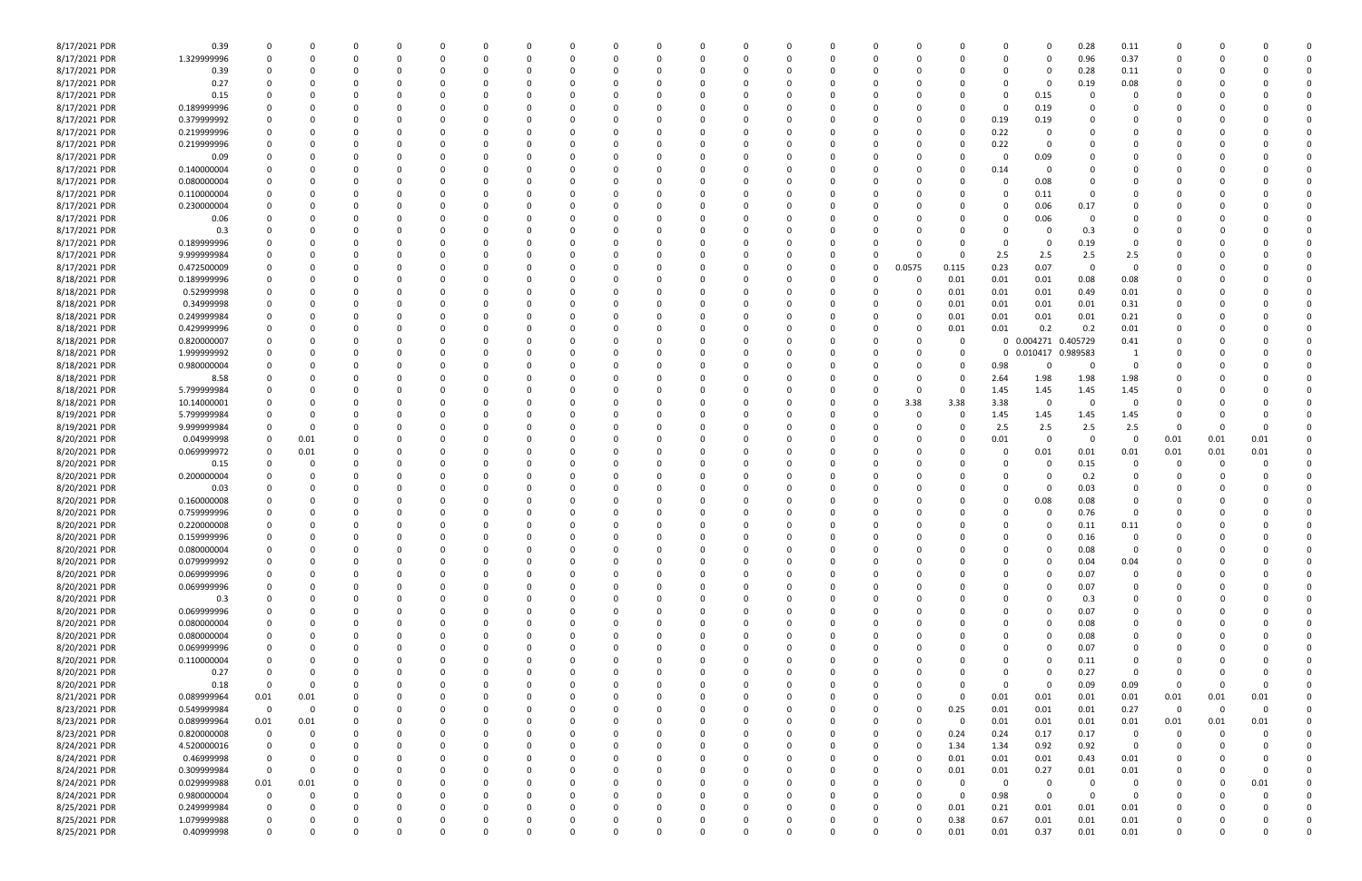| 8/17/2021 PDR | 0.39 | 0 | 0 | 0 | 0 | 0 | 0 | 0 | 0 | 0 | 0 | 0 | 0 | 0 | 0 | 0 | 0 | 0 | 0 | 0 | 0 | 0 | 0.28 | 0.11 | 0 | 0 | 0 | 0 | 0 |
|---|---|---|---|---|---|---|---|---|---|---|---|---|---|---|---|---|---|---|---|---|---|---|---|---|---|---|---|---|---|
| 8/17/2021 PDR | 1.329999996 | 0 | 0 | 0 | 0 | 0 | 0 | 0 | 0 | 0 | 0 | 0 | 0 | 0 | 0 | 0 | 0 | 0 | 0 | 0 | 0 | 0 | 0.96 | 0.37 | 0 | 0 | 0 | 0 | 0 |
| 8/17/2021 PDR | 0.39 | 0 | 0 | 0 | 0 | 0 | 0 | 0 | 0 | 0 | 0 | 0 | 0 | 0 | 0 | 0 | 0 | 0 | 0 | 0 | 0 | 0 | 0.28 | 0.11 | 0 | 0 | 0 | 0 | 0 |
| 8/17/2021 PDR | 0.27 | 0 | 0 | 0 | 0 | 0 | 0 | 0 | 0 | 0 | 0 | 0 | 0 | 0 | 0 | 0 | 0 | 0 | 0 | 0 | 0 | 0 | 0.19 | 0.08 | 0 | 0 | 0 | 0 | 0 |
| 8/17/2021 PDR | 0.15 | 0 | 0 | 0 | 0 | 0 | 0 | 0 | 0 | 0 | 0 | 0 | 0 | 0 | 0 | 0 | 0 | 0 | 0 | 0 | 0 | 0.15 | 0 | 0 | 0 | 0 | 0 | 0 | 0 |
| 8/17/2021 PDR | 0.189999996 | 0 | 0 | 0 | 0 | 0 | 0 | 0 | 0 | 0 | 0 | 0 | 0 | 0 | 0 | 0 | 0 | 0 | 0 | 0 | 0 | 0.19 | 0 | 0 | 0 | 0 | 0 | 0 | 0 |
| 8/17/2021 PDR | 0.379999992 | 0 | 0 | 0 | 0 | 0 | 0 | 0 | 0 | 0 | 0 | 0 | 0 | 0 | 0 | 0 | 0 | 0 | 0 | 0 | 0.19 | 0.19 | 0 | 0 | 0 | 0 | 0 | 0 | 0 |
| 8/17/2021 PDR | 0.219999996 | 0 | 0 | 0 | 0 | 0 | 0 | 0 | 0 | 0 | 0 | 0 | 0 | 0 | 0 | 0 | 0 | 0 | 0 | 0 | 0.22 | 0 | 0 | 0 | 0 | 0 | 0 | 0 | 0 |
| 8/17/2021 PDR | 0.219999996 | 0 | 0 | 0 | 0 | 0 | 0 | 0 | 0 | 0 | 0 | 0 | 0 | 0 | 0 | 0 | 0 | 0 | 0 | 0 | 0.22 | 0 | 0 | 0 | 0 | 0 | 0 | 0 | 0 |
| 8/17/2021 PDR | 0.09 | 0 | 0 | 0 | 0 | 0 | 0 | 0 | 0 | 0 | 0 | 0 | 0 | 0 | 0 | 0 | 0 | 0 | 0 | 0 | 0 | 0.09 | 0 | 0 | 0 | 0 | 0 | 0 | 0 |
| 8/17/2021 PDR | 0.140000004 | 0 | 0 | 0 | 0 | 0 | 0 | 0 | 0 | 0 | 0 | 0 | 0 | 0 | 0 | 0 | 0 | 0 | 0 | 0 | 0.14 | 0 | 0 | 0 | 0 | 0 | 0 | 0 | 0 |
| 8/17/2021 PDR | 0.080000004 | 0 | 0 | 0 | 0 | 0 | 0 | 0 | 0 | 0 | 0 | 0 | 0 | 0 | 0 | 0 | 0 | 0 | 0 | 0 | 0 | 0.08 | 0 | 0 | 0 | 0 | 0 | 0 | 0 |
| 8/17/2021 PDR | 0.110000004 | 0 | 0 | 0 | 0 | 0 | 0 | 0 | 0 | 0 | 0 | 0 | 0 | 0 | 0 | 0 | 0 | 0 | 0 | 0 | 0 | 0.11 | 0 | 0 | 0 | 0 | 0 | 0 | 0 |
| 8/17/2021 PDR | 0.230000004 | 0 | 0 | 0 | 0 | 0 | 0 | 0 | 0 | 0 | 0 | 0 | 0 | 0 | 0 | 0 | 0 | 0 | 0 | 0 | 0 | 0.06 | 0.17 | 0 | 0 | 0 | 0 | 0 | 0 |
| 8/17/2021 PDR | 0.06 | 0 | 0 | 0 | 0 | 0 | 0 | 0 | 0 | 0 | 0 | 0 | 0 | 0 | 0 | 0 | 0 | 0 | 0 | 0 | 0 | 0.06 | 0 | 0 | 0 | 0 | 0 | 0 | 0 |
| 8/17/2021 PDR | 0.3 | 0 | 0 | 0 | 0 | 0 | 0 | 0 | 0 | 0 | 0 | 0 | 0 | 0 | 0 | 0 | 0 | 0 | 0 | 0 | 0 | 0 | 0.3 | 0 | 0 | 0 | 0 | 0 | 0 |
| 8/17/2021 PDR | 0.189999996 | 0 | 0 | 0 | 0 | 0 | 0 | 0 | 0 | 0 | 0 | 0 | 0 | 0 | 0 | 0 | 0 | 0 | 0 | 0 | 0 | 0 | 0.19 | 0 | 0 | 0 | 0 | 0 | 0 |
| 8/17/2021 PDR | 9.999999984 | 0 | 0 | 0 | 0 | 0 | 0 | 0 | 0 | 0 | 0 | 0 | 0 | 0 | 0 | 0 | 0 | 0 | 0 | 0 | 2.5 | 2.5 | 2.5 | 2.5 | 0 | 0 | 0 | 0 | 0 |
| 8/17/2021 PDR | 0.472500009 | 0 | 0 | 0 | 0 | 0 | 0 | 0 | 0 | 0 | 0 | 0 | 0 | 0 | 0 | 0 | 0 | 0 | 0 | 0.0575 | 0.115 | 0.23 | 0.07 | 0 | 0 | 0 | 0 | 0 | 0 |
| 8/18/2021 PDR | 0.189999996 | 0 | 0 | 0 | 0 | 0 | 0 | 0 | 0 | 0 | 0 | 0 | 0 | 0 | 0 | 0 | 0 | 0 | 0 | 0.01 | 0.01 | 0.01 | 0.08 | 0.08 | 0 | 0 | 0 | 0 | 0 |
| 8/18/2021 PDR | 0.52999998 | 0 | 0 | 0 | 0 | 0 | 0 | 0 | 0 | 0 | 0 | 0 | 0 | 0 | 0 | 0 | 0 | 0 | 0 | 0.01 | 0.01 | 0.01 | 0.49 | 0.01 | 0 | 0 | 0 | 0 | 0 |
| 8/18/2021 PDR | 0.34999998 | 0 | 0 | 0 | 0 | 0 | 0 | 0 | 0 | 0 | 0 | 0 | 0 | 0 | 0 | 0 | 0 | 0 | 0 | 0.01 | 0.01 | 0.01 | 0.01 | 0.31 | 0 | 0 | 0 | 0 | 0 |
| 8/18/2021 PDR | 0.249999984 | 0 | 0 | 0 | 0 | 0 | 0 | 0 | 0 | 0 | 0 | 0 | 0 | 0 | 0 | 0 | 0 | 0 | 0 | 0.01 | 0.01 | 0.01 | 0.01 | 0.21 | 0 | 0 | 0 | 0 | 0 |
| 8/18/2021 PDR | 0.429999996 | 0 | 0 | 0 | 0 | 0 | 0 | 0 | 0 | 0 | 0 | 0 | 0 | 0 | 0 | 0 | 0 | 0 | 0 | 0.01 | 0.01 | 0.2 | 0.2 | 0.01 | 0 | 0 | 0 | 0 | 0 |
| 8/18/2021 PDR | 0.820000007 | 0 | 0 | 0 | 0 | 0 | 0 | 0 | 0 | 0 | 0 | 0 | 0 | 0 | 0 | 0 | 0 | 0 | 0 | 0 | 0 | 0.004271 | 0.405729 | 0.41 | 0 | 0 | 0 | 0 | 0 |
| 8/18/2021 PDR | 1.999999992 | 0 | 0 | 0 | 0 | 0 | 0 | 0 | 0 | 0 | 0 | 0 | 0 | 0 | 0 | 0 | 0 | 0 | 0 | 0 | 0 | 0.010417 | 0.989583 | 1 | 0 | 0 | 0 | 0 | 0 |
| 8/18/2021 PDR | 0.980000004 | 0 | 0 | 0 | 0 | 0 | 0 | 0 | 0 | 0 | 0 | 0 | 0 | 0 | 0 | 0 | 0 | 0 | 0 | 0 | 0.98 | 0 | 0 | 0 | 0 | 0 | 0 | 0 | 0 |
| 8/18/2021 PDR | 8.58 | 0 | 0 | 0 | 0 | 0 | 0 | 0 | 0 | 0 | 0 | 0 | 0 | 0 | 0 | 0 | 0 | 0 | 0 | 0 | 2.64 | 1.98 | 1.98 | 1.98 | 0 | 0 | 0 | 0 | 0 |
| 8/18/2021 PDR | 5.799999984 | 0 | 0 | 0 | 0 | 0 | 0 | 0 | 0 | 0 | 0 | 0 | 0 | 0 | 0 | 0 | 0 | 0 | 0 | 0 | 1.45 | 1.45 | 1.45 | 1.45 | 0 | 0 | 0 | 0 | 0 |
| 8/18/2021 PDR | 10.14000001 | 0 | 0 | 0 | 0 | 0 | 0 | 0 | 0 | 0 | 0 | 0 | 0 | 0 | 0 | 0 | 0 | 0 | 0 | 3.38 | 3.38 | 3.38 | 0 | 0 | 0 | 0 | 0 | 0 | 0 |
| 8/19/2021 PDR | 5.799999984 | 0 | 0 | 0 | 0 | 0 | 0 | 0 | 0 | 0 | 0 | 0 | 0 | 0 | 0 | 0 | 0 | 0 | 0 | 0 | 1.45 | 1.45 | 1.45 | 1.45 | 0 | 0 | 0 | 0 | 0 |
| 8/19/2021 PDR | 9.999999984 | 0 | 0 | 0 | 0 | 0 | 0 | 0 | 0 | 0 | 0 | 0 | 0 | 0 | 0 | 0 | 0 | 0 | 0 | 0 | 2.5 | 2.5 | 2.5 | 2.5 | 0 | 0 | 0 | 0 | 0 |
| 8/20/2021 PDR | 0.04999998 | 0 | 0.01 | 0 | 0 | 0 | 0 | 0 | 0 | 0 | 0 | 0 | 0 | 0 | 0 | 0 | 0 | 0 | 0 | 0 | 0.01 | 0 | 0 | 0 | 0.01 | 0.01 | 0.01 | 0 | 0 |
| 8/20/2021 PDR | 0.069999972 | 0 | 0.01 | 0 | 0 | 0 | 0 | 0 | 0 | 0 | 0 | 0 | 0 | 0 | 0 | 0 | 0 | 0 | 0 | 0 | 0 | 0.01 | 0.01 | 0.01 | 0.01 | 0.01 | 0.01 | 0 | 0 |
| 8/20/2021 PDR | 0.15 | 0 | 0 | 0 | 0 | 0 | 0 | 0 | 0 | 0 | 0 | 0 | 0 | 0 | 0 | 0 | 0 | 0 | 0 | 0 | 0 | 0 | 0.15 | 0 | 0 | 0 | 0 | 0 | 0 |
| 8/20/2021 PDR | 0.200000004 | 0 | 0 | 0 | 0 | 0 | 0 | 0 | 0 | 0 | 0 | 0 | 0 | 0 | 0 | 0 | 0 | 0 | 0 | 0 | 0 | 0 | 0.2 | 0 | 0 | 0 | 0 | 0 | 0 |
| 8/20/2021 PDR | 0.03 | 0 | 0 | 0 | 0 | 0 | 0 | 0 | 0 | 0 | 0 | 0 | 0 | 0 | 0 | 0 | 0 | 0 | 0 | 0 | 0 | 0 | 0.03 | 0 | 0 | 0 | 0 | 0 | 0 |
| 8/20/2021 PDR | 0.160000008 | 0 | 0 | 0 | 0 | 0 | 0 | 0 | 0 | 0 | 0 | 0 | 0 | 0 | 0 | 0 | 0 | 0 | 0 | 0 | 0 | 0.08 | 0.08 | 0 | 0 | 0 | 0 | 0 | 0 |
| 8/20/2021 PDR | 0.759999996 | 0 | 0 | 0 | 0 | 0 | 0 | 0 | 0 | 0 | 0 | 0 | 0 | 0 | 0 | 0 | 0 | 0 | 0 | 0 | 0 | 0 | 0.76 | 0 | 0 | 0 | 0 | 0 | 0 |
| 8/20/2021 PDR | 0.220000008 | 0 | 0 | 0 | 0 | 0 | 0 | 0 | 0 | 0 | 0 | 0 | 0 | 0 | 0 | 0 | 0 | 0 | 0 | 0 | 0 | 0 | 0.11 | 0.11 | 0 | 0 | 0 | 0 | 0 |
| 8/20/2021 PDR | 0.159999996 | 0 | 0 | 0 | 0 | 0 | 0 | 0 | 0 | 0 | 0 | 0 | 0 | 0 | 0 | 0 | 0 | 0 | 0 | 0 | 0 | 0 | 0.16 | 0 | 0 | 0 | 0 | 0 | 0 |
| 8/20/2021 PDR | 0.080000004 | 0 | 0 | 0 | 0 | 0 | 0 | 0 | 0 | 0 | 0 | 0 | 0 | 0 | 0 | 0 | 0 | 0 | 0 | 0 | 0 | 0 | 0.08 | 0 | 0 | 0 | 0 | 0 | 0 |
| 8/20/2021 PDR | 0.079999992 | 0 | 0 | 0 | 0 | 0 | 0 | 0 | 0 | 0 | 0 | 0 | 0 | 0 | 0 | 0 | 0 | 0 | 0 | 0 | 0 | 0 | 0.04 | 0.04 | 0 | 0 | 0 | 0 | 0 |
| 8/20/2021 PDR | 0.069999996 | 0 | 0 | 0 | 0 | 0 | 0 | 0 | 0 | 0 | 0 | 0 | 0 | 0 | 0 | 0 | 0 | 0 | 0 | 0 | 0 | 0 | 0.07 | 0 | 0 | 0 | 0 | 0 | 0 |
| 8/20/2021 PDR | 0.069999996 | 0 | 0 | 0 | 0 | 0 | 0 | 0 | 0 | 0 | 0 | 0 | 0 | 0 | 0 | 0 | 0 | 0 | 0 | 0 | 0 | 0 | 0.07 | 0 | 0 | 0 | 0 | 0 | 0 |
| 8/20/2021 PDR | 0.3 | 0 | 0 | 0 | 0 | 0 | 0 | 0 | 0 | 0 | 0 | 0 | 0 | 0 | 0 | 0 | 0 | 0 | 0 | 0 | 0 | 0 | 0.3 | 0 | 0 | 0 | 0 | 0 | 0 |
| 8/20/2021 PDR | 0.069999996 | 0 | 0 | 0 | 0 | 0 | 0 | 0 | 0 | 0 | 0 | 0 | 0 | 0 | 0 | 0 | 0 | 0 | 0 | 0 | 0 | 0 | 0.07 | 0 | 0 | 0 | 0 | 0 | 0 |
| 8/20/2021 PDR | 0.080000004 | 0 | 0 | 0 | 0 | 0 | 0 | 0 | 0 | 0 | 0 | 0 | 0 | 0 | 0 | 0 | 0 | 0 | 0 | 0 | 0 | 0 | 0.08 | 0 | 0 | 0 | 0 | 0 | 0 |
| 8/20/2021 PDR | 0.080000004 | 0 | 0 | 0 | 0 | 0 | 0 | 0 | 0 | 0 | 0 | 0 | 0 | 0 | 0 | 0 | 0 | 0 | 0 | 0 | 0 | 0 | 0.08 | 0 | 0 | 0 | 0 | 0 | 0 |
| 8/20/2021 PDR | 0.069999996 | 0 | 0 | 0 | 0 | 0 | 0 | 0 | 0 | 0 | 0 | 0 | 0 | 0 | 0 | 0 | 0 | 0 | 0 | 0 | 0 | 0 | 0.07 | 0 | 0 | 0 | 0 | 0 | 0 |
| 8/20/2021 PDR | 0.110000004 | 0 | 0 | 0 | 0 | 0 | 0 | 0 | 0 | 0 | 0 | 0 | 0 | 0 | 0 | 0 | 0 | 0 | 0 | 0 | 0 | 0 | 0.11 | 0 | 0 | 0 | 0 | 0 | 0 |
| 8/20/2021 PDR | 0.27 | 0 | 0 | 0 | 0 | 0 | 0 | 0 | 0 | 0 | 0 | 0 | 0 | 0 | 0 | 0 | 0 | 0 | 0 | 0 | 0 | 0 | 0.27 | 0 | 0 | 0 | 0 | 0 | 0 |
| 8/20/2021 PDR | 0.18 | 0 | 0 | 0 | 0 | 0 | 0 | 0 | 0 | 0 | 0 | 0 | 0 | 0 | 0 | 0 | 0 | 0 | 0 | 0 | 0 | 0 | 0.09 | 0.09 | 0 | 0 | 0 | 0 | 0 |
| 8/21/2021 PDR | 0.089999964 | 0.01 | 0.01 | 0 | 0 | 0 | 0 | 0 | 0 | 0 | 0 | 0 | 0 | 0 | 0 | 0 | 0 | 0 | 0 | 0 | 0.01 | 0.01 | 0.01 | 0.01 | 0.01 | 0.01 | 0.01 | 0 | 0 |
| 8/23/2021 PDR | 0.549999984 | 0 | 0 | 0 | 0 | 0 | 0 | 0 | 0 | 0 | 0 | 0 | 0 | 0 | 0 | 0 | 0 | 0 | 0 | 0.25 | 0.01 | 0.01 | 0.01 | 0.27 | 0 | 0 | 0 | 0 | 0 |
| 8/23/2021 PDR | 0.089999964 | 0.01 | 0.01 | 0 | 0 | 0 | 0 | 0 | 0 | 0 | 0 | 0 | 0 | 0 | 0 | 0 | 0 | 0 | 0 | 0 | 0.01 | 0.01 | 0.01 | 0.01 | 0.01 | 0.01 | 0.01 | 0 | 0 |
| 8/23/2021 PDR | 0.820000008 | 0 | 0 | 0 | 0 | 0 | 0 | 0 | 0 | 0 | 0 | 0 | 0 | 0 | 0 | 0 | 0 | 0 | 0 | 0.24 | 0.24 | 0.17 | 0.17 | 0 | 0 | 0 | 0 | 0 | 0 |
| 8/24/2021 PDR | 4.520000016 | 0 | 0 | 0 | 0 | 0 | 0 | 0 | 0 | 0 | 0 | 0 | 0 | 0 | 0 | 0 | 0 | 0 | 0 | 1.34 | 1.34 | 0.92 | 0.92 | 0 | 0 | 0 | 0 | 0 | 0 |
| 8/24/2021 PDR | 0.46999998 | 0 | 0 | 0 | 0 | 0 | 0 | 0 | 0 | 0 | 0 | 0 | 0 | 0 | 0 | 0 | 0 | 0 | 0 | 0.01 | 0.01 | 0.01 | 0.43 | 0.01 | 0 | 0 | 0 | 0 | 0 |
| 8/24/2021 PDR | 0.309999984 | 0 | 0 | 0 | 0 | 0 | 0 | 0 | 0 | 0 | 0 | 0 | 0 | 0 | 0 | 0 | 0 | 0 | 0 | 0.01 | 0.01 | 0.27 | 0.01 | 0.01 | 0 | 0 | 0 | 0 | 0 |
| 8/24/2021 PDR | 0.029999988 | 0.01 | 0.01 | 0 | 0 | 0 | 0 | 0 | 0 | 0 | 0 | 0 | 0 | 0 | 0 | 0 | 0 | 0 | 0 | 0 | 0 | 0 | 0 | 0 | 0 | 0 | 0.01 | 0 | 0 |
| 8/24/2021 PDR | 0.980000004 | 0 | 0 | 0 | 0 | 0 | 0 | 0 | 0 | 0 | 0 | 0 | 0 | 0 | 0 | 0 | 0 | 0 | 0 | 0 | 0.98 | 0 | 0 | 0 | 0 | 0 | 0 | 0 | 0 |
| 8/25/2021 PDR | 0.249999984 | 0 | 0 | 0 | 0 | 0 | 0 | 0 | 0 | 0 | 0 | 0 | 0 | 0 | 0 | 0 | 0 | 0 | 0 | 0.01 | 0.21 | 0.01 | 0.01 | 0.01 | 0 | 0 | 0 | 0 | 0 |
| 8/25/2021 PDR | 1.079999988 | 0 | 0 | 0 | 0 | 0 | 0 | 0 | 0 | 0 | 0 | 0 | 0 | 0 | 0 | 0 | 0 | 0 | 0 | 0.38 | 0.67 | 0.01 | 0.01 | 0.01 | 0 | 0 | 0 | 0 | 0 |
| 8/25/2021 PDR | 0.40999998 | 0 | 0 | 0 | 0 | 0 | 0 | 0 | 0 | 0 | 0 | 0 | 0 | 0 | 0 | 0 | 0 | 0 | 0 | 0.01 | 0.01 | 0.37 | 0.01 | 0.01 | 0 | 0 | 0 | 0 | 0 |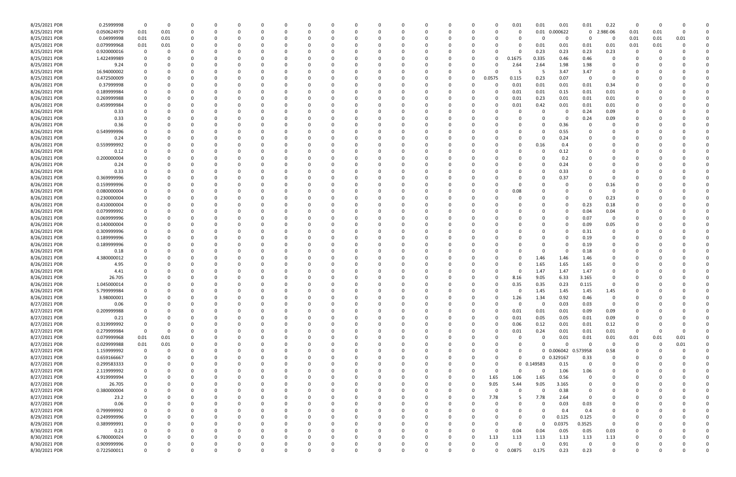| | | | | | | | | | | | | | | | | | | | | | | | | | | | |
|---|---|---|---|---|---|---|---|---|---|---|---|---|---|---|---|---|---|---|---|---|---|---|---|---|---|---|---|
| 8/25/2021 PDR | 0.25999998 | 0 | 0 | 0 | 0 | 0 | 0 | 0 | 0 | 0 | 0 | 0 | 0 | 0 | 0 | 0 | 0 | 0 | 0.01 | 0.01 | 0.01 | 0.01 | 0.22 | 0 | 0 | 0 | 0 |
| 8/25/2021 PDR | 0.050624979 | 0.01 | 0.01 | 0 | 0 | 0 | 0 | 0 | 0 | 0 | 0 | 0 | 0 | 0 | 0 | 0 | 0 | 0 | 0 | 0.01 | 0.000622 | 0 | 2.98E-06 | 0.01 | 0.01 | 0 | 0 |
| 8/25/2021 PDR | 0.04999998 | 0.01 | 0.01 | 0 | 0 | 0 | 0 | 0 | 0 | 0 | 0 | 0 | 0 | 0 | 0 | 0 | 0 | 0 | 0 | 0 | 0 | 0 | 0 | 0.01 | 0.01 | 0.01 | 0 |
| 8/25/2021 PDR | 0.079999968 | 0.01 | 0.01 | 0 | 0 | 0 | 0 | 0 | 0 | 0 | 0 | 0 | 0 | 0 | 0 | 0 | 0 | 0 | 0 | 0.01 | 0.01 | 0.01 | 0.01 | 0.01 | 0.01 | 0 | 0 |
| 8/25/2021 PDR | 0.920000016 | 0 | 0 | 0 | 0 | 0 | 0 | 0 | 0 | 0 | 0 | 0 | 0 | 0 | 0 | 0 | 0 | 0 | 0 | 0.23 | 0.23 | 0.23 | 0.23 | 0 | 0 | | 0 |
| 8/25/2021 PDR | 1.422499989 | 0 | 0 | 0 | 0 | 0 | 0 | 0 | 0 | 0 | 0 | 0 | 0 | 0 | 0 | 0 | 0 | 0 | 0.1675 | 0.335 | 0.46 | 0.46 | 0 | 0 | 0 | 0 | 0 |
| 8/25/2021 PDR | 9.24 | 0 | 0 | 0 | 0 | 0 | 0 | 0 | 0 | 0 | 0 | 0 | 0 | 0 | 0 | 0 | 0 | 0 | 2.64 | 2.64 | 1.98 | 1.98 | 0 | 0 | 0 | 0 | 0 |
| 8/25/2021 PDR | 16.94000002 | 0 | 0 | 0 | 0 | 0 | 0 | 0 | 0 | 0 | 0 | 0 | 0 | 0 | 0 | 0 | 0 | 0 | 5 | 5 | 3.47 | 3.47 | 0 | 0 | 0 | 0 | 0 |
| 8/25/2021 PDR | 0.472500009 | 0 | 0 | 0 | 0 | 0 | 0 | 0 | 0 | 0 | 0 | 0 | 0 | 0 | 0 | 0 | 0 | 0.0575 | 0.115 | 0.23 | 0.07 | 0 | 0 | 0 | 0 | 0 | 0 |
| 8/26/2021 PDR | 0.37999998 | 0 | 0 | 0 | 0 | 0 | 0 | 0 | 0 | 0 | 0 | 0 | 0 | 0 | 0 | 0 | 0 | 0 | 0.01 | 0.01 | 0.01 | 0.01 | 0.34 | 0 | 0 | 0 | 0 |
| 8/26/2021 PDR | 0.189999984 | 0 | 0 | 0 | 0 | 0 | 0 | 0 | 0 | 0 | 0 | 0 | 0 | 0 | 0 | 0 | 0 | 0 | 0.01 | 0.01 | 0.15 | 0.01 | 0.01 | 0 | 0 | 0 | 0 |
| 8/26/2021 PDR | 0.269999988 | 0 | 0 | 0 | 0 | 0 | 0 | 0 | 0 | 0 | 0 | 0 | 0 | 0 | 0 | 0 | 0 | 0 | 0.01 | 0.23 | 0.01 | 0.01 | 0.01 | 0 | 0 | 0 | 0 |
| 8/26/2021 PDR | 0.459999984 | 0 | 0 | 0 | 0 | 0 | 0 | 0 | 0 | 0 | 0 | 0 | 0 | 0 | 0 | 0 | 0 | 0 | 0.01 | 0.42 | 0.01 | 0.01 | 0.01 | 0 | 0 | 0 | 0 |
| 8/26/2021 PDR | 0.33 | 0 | 0 | 0 | 0 | 0 | 0 | 0 | 0 | 0 | 0 | 0 | 0 | 0 | 0 | 0 | 0 | 0 | 0 | 0 | 0 | 0.24 | 0.09 | 0 | 0 | 0 | 0 |
| 8/26/2021 PDR | 0.33 | 0 | 0 | 0 | 0 | 0 | 0 | 0 | 0 | 0 | 0 | 0 | 0 | 0 | 0 | 0 | 0 | 0 | 0 | 0 | 0 | 0.24 | 0.09 | 0 | 0 | 0 | 0 |
| 8/26/2021 PDR | 0.36 | 0 | 0 | 0 | 0 | 0 | 0 | 0 | 0 | 0 | 0 | 0 | 0 | 0 | 0 | 0 | 0 | 0 | 0 | 0 | 0.36 | 0 | 0 | 0 | 0 | 0 | 0 |
| 8/26/2021 PDR | 0.549999996 | 0 | 0 | 0 | 0 | 0 | 0 | 0 | 0 | 0 | 0 | 0 | 0 | 0 | 0 | 0 | 0 | 0 | 0 | 0 | 0.55 | 0 | 0 | 0 | 0 | 0 | 0 |
| 8/26/2021 PDR | 0.24 | 0 | 0 | 0 | 0 | 0 | 0 | 0 | 0 | 0 | 0 | 0 | 0 | 0 | 0 | 0 | 0 | 0 | 0 | 0 | 0.24 | 0 | 0 | 0 | 0 | 0 | 0 |
| 8/26/2021 PDR | 0.559999992 | 0 | 0 | 0 | 0 | 0 | 0 | 0 | 0 | 0 | 0 | 0 | 0 | 0 | 0 | 0 | 0 | 0 | 0 | 0.16 | 0.4 | 0 | 0 | 0 | 0 | 0 | 0 |
| 8/26/2021 PDR | 0.12 | 0 | 0 | 0 | 0 | 0 | 0 | 0 | 0 | 0 | 0 | 0 | 0 | 0 | 0 | 0 | 0 | 0 | 0 | 0 | 0.12 | 0 | 0 | 0 | 0 | 0 | 0 |
| 8/26/2021 PDR | 0.200000004 | 0 | 0 | 0 | 0 | 0 | 0 | 0 | 0 | 0 | 0 | 0 | 0 | 0 | 0 | 0 | 0 | 0 | 0 | 0 | 0.2 | 0 | 0 | 0 | 0 | 0 | 0 |
| 8/26/2021 PDR | 0.24 | 0 | 0 | 0 | 0 | 0 | 0 | 0 | 0 | 0 | 0 | 0 | 0 | 0 | 0 | 0 | 0 | 0 | 0 | 0 | 0.24 | 0 | 0 | 0 | 0 | 0 | 0 |
| 8/26/2021 PDR | 0.33 | 0 | 0 | 0 | 0 | 0 | 0 | 0 | 0 | 0 | 0 | 0 | 0 | 0 | 0 | 0 | 0 | 0 | 0 | 0 | 0.33 | 0 | 0 | 0 | 0 | 0 | 0 |
| 8/26/2021 PDR | 0.369999996 | 0 | 0 | 0 | 0 | 0 | 0 | 0 | 0 | 0 | 0 | 0 | 0 | 0 | 0 | 0 | 0 | 0 | 0 | 0 | 0.37 | 0 | 0 | 0 | 0 | 0 | 0 |
| 8/26/2021 PDR | 0.159999996 | 0 | 0 | 0 | 0 | 0 | 0 | 0 | 0 | 0 | 0 | 0 | 0 | 0 | 0 | 0 | 0 | 0 | 0 | 0 | 0 | 0 | 0.16 | 0 | 0 | 0 | 0 |
| 8/26/2021 PDR | 0.080000004 | 0 | 0 | 0 | 0 | 0 | 0 | 0 | 0 | 0 | 0 | 0 | 0 | 0 | 0 | 0 | 0 | 0 | 0.08 | 0 | 0 | 0 | 0 | 0 | 0 | 0 | 0 |
| 8/26/2021 PDR | 0.230000004 | 0 | 0 | 0 | 0 | 0 | 0 | 0 | 0 | 0 | 0 | 0 | 0 | 0 | 0 | 0 | 0 | 0 | 0 | 0 | 0 | 0 | 0.23 | 0 | 0 | 0 | 0 |
| 8/26/2021 PDR | 0.410000004 | 0 | 0 | 0 | 0 | 0 | 0 | 0 | 0 | 0 | 0 | 0 | 0 | 0 | 0 | 0 | 0 | 0 | 0 | 0 | 0 | 0.23 | 0.18 | 0 | 0 | 0 | 0 |
| 8/26/2021 PDR | 0.079999992 | 0 | 0 | 0 | 0 | 0 | 0 | 0 | 0 | 0 | 0 | 0 | 0 | 0 | 0 | 0 | 0 | 0 | 0 | 0 | 0 | 0.04 | 0.04 | 0 | 0 | 0 | 0 |
| 8/26/2021 PDR | 0.069999996 | 0 | 0 | 0 | 0 | 0 | 0 | 0 | 0 | 0 | 0 | 0 | 0 | 0 | 0 | 0 | 0 | 0 | 0 | 0 | 0 | 0.07 | 0 | 0 | 0 | 0 | 0 |
| 8/26/2021 PDR | 0.140000004 | 0 | 0 | 0 | 0 | 0 | 0 | 0 | 0 | 0 | 0 | 0 | 0 | 0 | 0 | 0 | 0 | 0 | 0 | 0 | 0 | 0.09 | 0.05 | 0 | 0 | 0 | 0 |
| 8/26/2021 PDR | 0.309999996 | 0 | 0 | 0 | 0 | 0 | 0 | 0 | 0 | 0 | 0 | 0 | 0 | 0 | 0 | 0 | 0 | 0 | 0 | 0 | 0 | 0.31 | 0 | 0 | 0 | 0 | 0 |
| 8/26/2021 PDR | 0.189999996 | 0 | 0 | 0 | 0 | 0 | 0 | 0 | 0 | 0 | 0 | 0 | 0 | 0 | 0 | 0 | 0 | 0 | 0 | 0 | 0 | 0.19 | 0 | 0 | 0 | 0 | 0 |
| 8/26/2021 PDR | 0.189999996 | 0 | 0 | 0 | 0 | 0 | 0 | 0 | 0 | 0 | 0 | 0 | 0 | 0 | 0 | 0 | 0 | 0 | 0 | 0 | 0 | 0.19 | 0 | 0 | 0 | 0 | 0 |
| 8/26/2021 PDR | 0.18 | 0 | 0 | 0 | 0 | 0 | 0 | 0 | 0 | 0 | 0 | 0 | 0 | 0 | 0 | 0 | 0 | 0 | 0 | 0 | 0 | 0.18 | 0 | 0 | 0 | 0 | 0 |
| 8/26/2021 PDR | 4.380000012 | 0 | 0 | 0 | 0 | 0 | 0 | 0 | 0 | 0 | 0 | 0 | 0 | 0 | 0 | 0 | 0 | 0 | 0 | 1.46 | 1.46 | 1.46 | 0 | 0 | 0 | 0 | 0 |
| 8/26/2021 PDR | 4.95 | 0 | 0 | 0 | 0 | 0 | 0 | 0 | 0 | 0 | 0 | 0 | 0 | 0 | 0 | 0 | 0 | 0 | 0 | 1.65 | 1.65 | 1.65 | 0 | 0 | 0 | 0 | 0 |
| 8/26/2021 PDR | 4.41 | 0 | 0 | 0 | 0 | 0 | 0 | 0 | 0 | 0 | 0 | 0 | 0 | 0 | 0 | 0 | 0 | 0 | 0 | 1.47 | 1.47 | 1.47 | 0 | 0 | 0 | 0 | 0 |
| 8/26/2021 PDR | 26.705 | 0 | 0 | 0 | 0 | 0 | 0 | 0 | 0 | 0 | 0 | 0 | 0 | 0 | 0 | 0 | 0 | 0 | 8.16 | 9.05 | 6.33 | 3.165 | 0 | 0 | 0 | 0 | 0 |
| 8/26/2021 PDR | 1.045000014 | 0 | 0 | 0 | 0 | 0 | 0 | 0 | 0 | 0 | 0 | 0 | 0 | 0 | 0 | 0 | 0 | 0 | 0.35 | 0.35 | 0.23 | 0.115 | 0 | 0 | 0 | 0 | 0 |
| 8/26/2021 PDR | 5.799999984 | 0 | 0 | 0 | 0 | 0 | 0 | 0 | 0 | 0 | 0 | 0 | 0 | 0 | 0 | 0 | 0 | 0 | 0 | 1.45 | 1.45 | 1.45 | 1.45 | 0 | 0 | 0 | 0 |
| 8/26/2021 PDR | 3.98000001 | 0 | 0 | 0 | 0 | 0 | 0 | 0 | 0 | 0 | 0 | 0 | 0 | 0 | 0 | 0 | 0 | 0 | 1.26 | 1.34 | 0.92 | 0.46 | 0 | 0 | 0 | 0 | 0 |
| 8/27/2021 PDR | 0.06 | 0 | 0 | 0 | 0 | 0 | 0 | 0 | 0 | 0 | 0 | 0 | 0 | 0 | 0 | 0 | 0 | 0 | 0 | 0 | 0.03 | 0.03 | 0 | 0 | 0 | 0 | 0 |
| 8/27/2021 PDR | 0.209999988 | 0 | 0 | 0 | 0 | 0 | 0 | 0 | 0 | 0 | 0 | 0 | 0 | 0 | 0 | 0 | 0 | 0 | 0.01 | 0.01 | 0.01 | 0.09 | 0.09 | 0 | 0 | 0 | 0 |
| 8/27/2021 PDR | 0.21 | 0 | 0 | 0 | 0 | 0 | 0 | 0 | 0 | 0 | 0 | 0 | 0 | 0 | 0 | 0 | 0 | 0 | 0.01 | 0.05 | 0.05 | 0.01 | 0.09 | 0 | 0 | 0 | 0 |
| 8/27/2021 PDR | 0.319999992 | 0 | 0 | 0 | 0 | 0 | 0 | 0 | 0 | 0 | 0 | 0 | 0 | 0 | 0 | 0 | 0 | 0 | 0.06 | 0.12 | 0.01 | 0.01 | 0.12 | 0 | 0 | 0 | 0 |
| 8/27/2021 PDR | 0.279999984 | 0 | 0 | 0 | 0 | 0 | 0 | 0 | 0 | 0 | 0 | 0 | 0 | 0 | 0 | 0 | 0 | 0 | 0.01 | 0.24 | 0.01 | 0.01 | 0.01 | 0 | 0 | 0 | 0 |
| 8/27/2021 PDR | 0.079999968 | 0.01 | 0.01 | 0 | 0 | 0 | 0 | 0 | 0 | 0 | 0 | 0 | 0 | 0 | 0 | 0 | 0 | 0 | 0 | 0 | 0.01 | 0.01 | 0.01 | 0.01 | 0.01 | 0.01 | 0 |
| 8/27/2021 PDR | 0.029999988 | 0.01 | 0.01 | 0 | 0 | 0 | 0 | 0 | 0 | 0 | 0 | 0 | 0 | 0 | 0 | 0 | 0 | 0 | 0 | 0 | 0 | 0 | 0 | 0 | 0 | 0.01 | 0 |
| 8/27/2021 PDR | 1.159999992 | 0 | 0 | 0 | 0 | 0 | 0 | 0 | 0 | 0 | 0 | 0 | 0 | 0 | 0 | 0 | 0 | 0 | 0 | 0 | 0.006042 | 0.573958 | 0.58 | 0 | 0 | 0 | 0 |
| 8/27/2021 PDR | 0.659166667 | 0 | 0 | 0 | 0 | 0 | 0 | 0 | 0 | 0 | 0 | 0 | 0 | 0 | 0 | 0 | 0 | 0 | 0 | 0 | 0.329167 | 0.33 | 0 | 0 | 0 | 0 | 0 |
| 8/27/2021 PDR | 0.299583333 | 0 | 0 | 0 | 0 | 0 | 0 | 0 | 0 | 0 | 0 | 0 | 0 | 0 | 0 | 0 | 0 | 0 | 0 | 0.149583 | 0.15 | 0 | 0 | 0 | 0 | 0 | 0 |
| 8/27/2021 PDR | 2.119999992 | 0 | 0 | 0 | 0 | 0 | 0 | 0 | 0 | 0 | 0 | 0 | 0 | 0 | 0 | 0 | 0 | 0 | 0 | 0 | 1.06 | 1.06 | 0 | 0 | 0 | 0 | 0 |
| 8/27/2021 PDR | 4.919999994 | 0 | 0 | 0 | 0 | 0 | 0 | 0 | 0 | 0 | 0 | 0 | 0 | 0 | 0 | 0 | 0 | 1.65 | 1.06 | 1.65 | 0.56 | 0 | 0 | 0 | 0 | 0 | 0 |
| 8/27/2021 PDR | 26.705 | 0 | 0 | 0 | 0 | 0 | 0 | 0 | 0 | 0 | 0 | 0 | 0 | 0 | 0 | 0 | 0 | 9.05 | 5.44 | 9.05 | 3.165 | 0 | 0 | 0 | 0 | 0 | 0 |
| 8/27/2021 PDR | 0.380000004 | 0 | 0 | 0 | 0 | 0 | 0 | 0 | 0 | 0 | 0 | 0 | 0 | 0 | 0 | 0 | 0 | 0 | 0 | 0 | 0.38 | 0 | 0 | 0 | 0 | 0 | 0 |
| 8/27/2021 PDR | 23.2 | 0 | 0 | 0 | 0 | 0 | 0 | 0 | 0 | 0 | 0 | 0 | 0 | 0 | 0 | 0 | 0 | 7.78 | 5 | 7.78 | 2.64 | 0 | 0 | 0 | 0 | 0 | 0 |
| 8/27/2021 PDR | 0.06 | 0 | 0 | 0 | 0 | 0 | 0 | 0 | 0 | 0 | 0 | 0 | 0 | 0 | 0 | 0 | 0 | 0 | 0 | 0 | 0.03 | 0.03 | 0 | 0 | 0 | 0 | 0 |
| 8/27/2021 PDR | 0.799999992 | 0 | 0 | 0 | 0 | 0 | 0 | 0 | 0 | 0 | 0 | 0 | 0 | 0 | 0 | 0 | 0 | 0 | 0 | 0 | 0.4 | 0.4 | 0 | 0 | 0 | 0 | 0 |
| 8/29/2021 PDR | 0.249999996 | 0 | 0 | 0 | 0 | 0 | 0 | 0 | 0 | 0 | 0 | 0 | 0 | 0 | 0 | 0 | 0 | 0 | 0 | 0 | 0.125 | 0.125 | 0 | 0 | 0 | 0 | 0 |
| 8/29/2021 PDR | 0.389999991 | 0 | 0 | 0 | 0 | 0 | 0 | 0 | 0 | 0 | 0 | 0 | 0 | 0 | 0 | 0 | 0 | 0 | 0 | 0 | 0.0375 | 0.3525 | 0 | 0 | 0 | 0 | 0 |
| 8/30/2021 PDR | 0.21 | 0 | 0 | 0 | 0 | 0 | 0 | 0 | 0 | 0 | 0 | 0 | 0 | 0 | 0 | 0 | 0 | 0 | 0.04 | 0.04 | 0.05 | 0.05 | 0.03 | 0 | 0 | 0 | 0 |
| 8/30/2021 PDR | 6.780000024 | 0 | 0 | 0 | 0 | 0 | 0 | 0 | 0 | 0 | 0 | 0 | 0 | 0 | 0 | 0 | 0 | 1.13 | 1.13 | 1.13 | 1.13 | 1.13 | 1.13 | 0 | 0 | 0 | 0 |
| 8/30/2021 PDR | 0.909999996 | 0 | 0 | 0 | 0 | 0 | 0 | 0 | 0 | 0 | 0 | 0 | 0 | 0 | 0 | 0 | 0 | 0 | 0 | 0 | 0.91 | 0 | 0 | 0 | 0 | 0 | 0 |
| 8/30/2021 PDR | 0.722500011 | 0 | 0 | 0 | 0 | 0 | 0 | 0 | 0 | 0 | 0 | 0 | 0 | 0 | 0 | 0 | 0 | 0 | 0.0875 | 0.175 | 0.23 | 0.23 | 0 | 0 | 0 | 0 | 0 |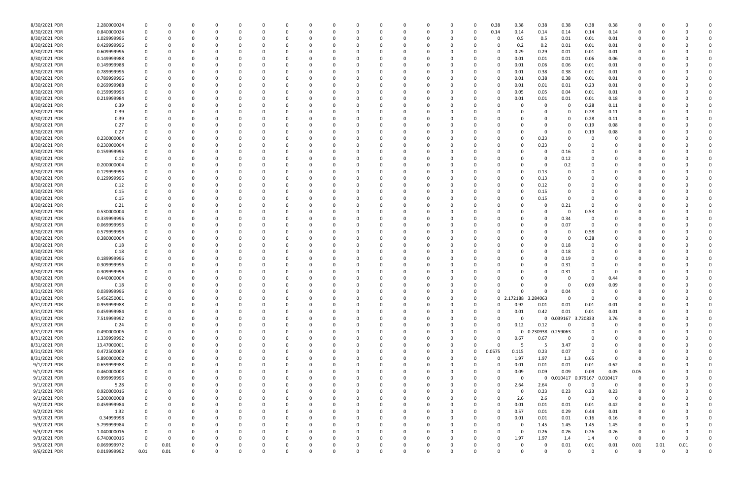| | | | | | | | | | | | | | | | | | | | | | | | | | | |
|---|---|---|---|---|---|---|---|---|---|---|---|---|---|---|---|---|---|---|---|---|---|---|---|---|---|---|
| 8/30/2021 PDR | 2.280000024 | 0 | 0 | 0 | 0 | 0 | 0 | 0 | 0 | 0 | 0 | 0 | 0 | 0 | 0 | 0 | 0.38 | 0.38 | 0.38 | 0.38 | 0.38 | 0.38 | 0 | 0 | 0 | 0 |
| 8/30/2021 PDR | 0.840000024 | 0 | 0 | 0 | 0 | 0 | 0 | 0 | 0 | 0 | 0 | 0 | 0 | 0 | 0 | 0 | 0.14 | 0.14 | 0.14 | 0.14 | 0.14 | 0.14 | 0 | 0 | 0 | 0 |
| 8/30/2021 PDR | 1.029999996 | 0 | 0 | 0 | 0 | 0 | 0 | 0 | 0 | 0 | 0 | 0 | 0 | 0 | 0 | 0 | 0 | 0.5 | 0.5 | 0.01 | 0.01 | 0.01 | 0 | 0 | 0 | 0 |
| 8/30/2021 PDR | 0.429999996 | 0 | 0 | 0 | 0 | 0 | 0 | 0 | 0 | 0 | 0 | 0 | 0 | 0 | 0 | 0 | 0 | 0.2 | 0.2 | 0.01 | 0.01 | 0.01 | 0 | 0 | 0 | 0 |
| 8/30/2021 PDR | 0.609999996 | 0 | 0 | 0 | 0 | 0 | 0 | 0 | 0 | 0 | 0 | 0 | 0 | 0 | 0 | 0 | 0 | 0.29 | 0.29 | 0.01 | 0.01 | 0.01 | 0 | 0 | 0 | 0 |
| 8/30/2021 PDR | 0.149999988 | 0 | 0 | 0 | 0 | 0 | 0 | 0 | 0 | 0 | 0 | 0 | 0 | 0 | 0 | 0 | 0 | 0.01 | 0.01 | 0.01 | 0.06 | 0.06 | 0 | 0 | 0 | 0 |
| 8/30/2021 PDR | 0.149999988 | 0 | 0 | 0 | 0 | 0 | 0 | 0 | 0 | 0 | 0 | 0 | 0 | 0 | 0 | 0 | 0 | 0.01 | 0.06 | 0.06 | 0.01 | 0.01 | 0 | 0 | 0 | 0 |
| 8/30/2021 PDR | 0.789999996 | 0 | 0 | 0 | 0 | 0 | 0 | 0 | 0 | 0 | 0 | 0 | 0 | 0 | 0 | 0 | 0 | 0.01 | 0.38 | 0.38 | 0.01 | 0.01 | 0 | 0 | 0 | 0 |
| 8/30/2021 PDR | 0.789999996 | 0 | 0 | 0 | 0 | 0 | 0 | 0 | 0 | 0 | 0 | 0 | 0 | 0 | 0 | 0 | 0 | 0.01 | 0.38 | 0.38 | 0.01 | 0.01 | 0 | 0 | 0 | 0 |
| 8/30/2021 PDR | 0.269999988 | 0 | 0 | 0 | 0 | 0 | 0 | 0 | 0 | 0 | 0 | 0 | 0 | 0 | 0 | 0 | 0 | 0.01 | 0.01 | 0.01 | 0.23 | 0.01 | 0 | 0 | 0 | 0 |
| 8/30/2021 PDR | 0.159999996 | 0 | 0 | 0 | 0 | 0 | 0 | 0 | 0 | 0 | 0 | 0 | 0 | 0 | 0 | 0 | 0 | 0.05 | 0.05 | 0.04 | 0.01 | 0.01 | 0 | 0 | 0 | 0 |
| 8/30/2021 PDR | 0.219999984 | 0 | 0 | 0 | 0 | 0 | 0 | 0 | 0 | 0 | 0 | 0 | 0 | 0 | 0 | 0 | 0 | 0.01 | 0.01 | 0.01 | 0.01 | 0.18 | 0 | 0 | 0 | 0 |
| 8/30/2021 PDR | 0.39 | 0 | 0 | 0 | 0 | 0 | 0 | 0 | 0 | 0 | 0 | 0 | 0 | 0 | 0 | 0 | 0 | 0 | 0 | 0 | 0.28 | 0.11 | 0 | 0 | 0 | 0 |
| 8/30/2021 PDR | 0.39 | 0 | 0 | 0 | 0 | 0 | 0 | 0 | 0 | 0 | 0 | 0 | 0 | 0 | 0 | 0 | 0 | 0 | 0 | 0 | 0.28 | 0.11 | 0 | 0 | 0 | 0 |
| 8/30/2021 PDR | 0.39 | 0 | 0 | 0 | 0 | 0 | 0 | 0 | 0 | 0 | 0 | 0 | 0 | 0 | 0 | 0 | 0 | 0 | 0 | 0 | 0.28 | 0.11 | 0 | 0 | 0 | 0 |
| 8/30/2021 PDR | 0.27 | 0 | 0 | 0 | 0 | 0 | 0 | 0 | 0 | 0 | 0 | 0 | 0 | 0 | 0 | 0 | 0 | 0 | 0 | 0 | 0.19 | 0.08 | 0 | 0 | 0 | 0 |
| 8/30/2021 PDR | 0.27 | 0 | 0 | 0 | 0 | 0 | 0 | 0 | 0 | 0 | 0 | 0 | 0 | 0 | 0 | 0 | 0 | 0 | 0 | 0 | 0.19 | 0.08 | 0 | 0 | 0 | 0 |
| 8/30/2021 PDR | 0.230000004 | 0 | 0 | 0 | 0 | 0 | 0 | 0 | 0 | 0 | 0 | 0 | 0 | 0 | 0 | 0 | 0 | 0 | 0.23 | 0 | 0 | 0 | 0 | 0 | 0 | 0 |
| 8/30/2021 PDR | 0.230000004 | 0 | 0 | 0 | 0 | 0 | 0 | 0 | 0 | 0 | 0 | 0 | 0 | 0 | 0 | 0 | 0 | 0 | 0.23 | 0 | 0 | 0 | 0 | 0 | 0 | 0 |
| 8/30/2021 PDR | 0.159999996 | 0 | 0 | 0 | 0 | 0 | 0 | 0 | 0 | 0 | 0 | 0 | 0 | 0 | 0 | 0 | 0 | 0 | 0 | 0.16 | 0 | 0 | 0 | 0 | 0 | 0 |
| 8/30/2021 PDR | 0.12 | 0 | 0 | 0 | 0 | 0 | 0 | 0 | 0 | 0 | 0 | 0 | 0 | 0 | 0 | 0 | 0 | 0 | 0 | 0.12 | 0 | 0 | 0 | 0 | 0 | 0 |
| 8/30/2021 PDR | 0.200000004 | 0 | 0 | 0 | 0 | 0 | 0 | 0 | 0 | 0 | 0 | 0 | 0 | 0 | 0 | 0 | 0 | 0 | 0 | 0.2 | 0 | 0 | 0 | 0 | 0 | 0 |
| 8/30/2021 PDR | 0.129999996 | 0 | 0 | 0 | 0 | 0 | 0 | 0 | 0 | 0 | 0 | 0 | 0 | 0 | 0 | 0 | 0 | 0 | 0.13 | 0 | 0 | 0 | 0 | 0 | 0 | 0 |
| 8/30/2021 PDR | 0.129999996 | 0 | 0 | 0 | 0 | 0 | 0 | 0 | 0 | 0 | 0 | 0 | 0 | 0 | 0 | 0 | 0 | 0 | 0.13 | 0 | 0 | 0 | 0 | 0 | 0 | 0 |
| 8/30/2021 PDR | 0.12 | 0 | 0 | 0 | 0 | 0 | 0 | 0 | 0 | 0 | 0 | 0 | 0 | 0 | 0 | 0 | 0 | 0 | 0.12 | 0 | 0 | 0 | 0 | 0 | 0 | 0 |
| 8/30/2021 PDR | 0.15 | 0 | 0 | 0 | 0 | 0 | 0 | 0 | 0 | 0 | 0 | 0 | 0 | 0 | 0 | 0 | 0 | 0 | 0.15 | 0 | 0 | 0 | 0 | 0 | 0 | 0 |
| 8/30/2021 PDR | 0.15 | 0 | 0 | 0 | 0 | 0 | 0 | 0 | 0 | 0 | 0 | 0 | 0 | 0 | 0 | 0 | 0 | 0 | 0.15 | 0 | 0 | 0 | 0 | 0 | 0 | 0 |
| 8/30/2021 PDR | 0.21 | 0 | 0 | 0 | 0 | 0 | 0 | 0 | 0 | 0 | 0 | 0 | 0 | 0 | 0 | 0 | 0 | 0 | 0 | 0.21 | 0 | 0 | 0 | 0 | 0 | 0 |
| 8/30/2021 PDR | 0.530000004 | 0 | 0 | 0 | 0 | 0 | 0 | 0 | 0 | 0 | 0 | 0 | 0 | 0 | 0 | 0 | 0 | 0 | 0 | 0 | 0.53 | 0 | 0 | 0 | 0 | 0 |
| 8/30/2021 PDR | 0.339999996 | 0 | 0 | 0 | 0 | 0 | 0 | 0 | 0 | 0 | 0 | 0 | 0 | 0 | 0 | 0 | 0 | 0 | 0 | 0.34 | 0 | 0 | 0 | 0 | 0 | 0 |
| 8/30/2021 PDR | 0.069999996 | 0 | 0 | 0 | 0 | 0 | 0 | 0 | 0 | 0 | 0 | 0 | 0 | 0 | 0 | 0 | 0 | 0 | 0 | 0.07 | 0 | 0 | 0 | 0 | 0 | 0 |
| 8/30/2021 PDR | 0.579999996 | 0 | 0 | 0 | 0 | 0 | 0 | 0 | 0 | 0 | 0 | 0 | 0 | 0 | 0 | 0 | 0 | 0 | 0 | 0 | 0.58 | 0 | 0 | 0 | 0 | 0 |
| 8/30/2021 PDR | 0.380000004 | 0 | 0 | 0 | 0 | 0 | 0 | 0 | 0 | 0 | 0 | 0 | 0 | 0 | 0 | 0 | 0 | 0 | 0 | 0 | 0.38 | 0 | 0 | 0 | 0 | 0 |
| 8/30/2021 PDR | 0.18 | 0 | 0 | 0 | 0 | 0 | 0 | 0 | 0 | 0 | 0 | 0 | 0 | 0 | 0 | 0 | 0 | 0 | 0 | 0.18 | 0 | 0 | 0 | 0 | 0 | 0 |
| 8/30/2021 PDR | 0.18 | 0 | 0 | 0 | 0 | 0 | 0 | 0 | 0 | 0 | 0 | 0 | 0 | 0 | 0 | 0 | 0 | 0 | 0 | 0.18 | 0 | 0 | 0 | 0 | 0 | 0 |
| 8/30/2021 PDR | 0.189999996 | 0 | 0 | 0 | 0 | 0 | 0 | 0 | 0 | 0 | 0 | 0 | 0 | 0 | 0 | 0 | 0 | 0 | 0 | 0.19 | 0 | 0 | 0 | 0 | 0 | 0 |
| 8/30/2021 PDR | 0.309999996 | 0 | 0 | 0 | 0 | 0 | 0 | 0 | 0 | 0 | 0 | 0 | 0 | 0 | 0 | 0 | 0 | 0 | 0 | 0.31 | 0 | 0 | 0 | 0 | 0 | 0 |
| 8/30/2021 PDR | 0.309999996 | 0 | 0 | 0 | 0 | 0 | 0 | 0 | 0 | 0 | 0 | 0 | 0 | 0 | 0 | 0 | 0 | 0 | 0 | 0.31 | 0 | 0 | 0 | 0 | 0 | 0 |
| 8/30/2021 PDR | 0.440000004 | 0 | 0 | 0 | 0 | 0 | 0 | 0 | 0 | 0 | 0 | 0 | 0 | 0 | 0 | 0 | 0 | 0 | 0 | 0 | 0 | 0.44 | 0 | 0 | 0 | 0 |
| 8/30/2021 PDR | 0.18 | 0 | 0 | 0 | 0 | 0 | 0 | 0 | 0 | 0 | 0 | 0 | 0 | 0 | 0 | 0 | 0 | 0 | 0 | 0 | 0.09 | 0.09 | 0 | 0 | 0 | 0 |
| 8/31/2021 PDR | 0.039999996 | 0 | 0 | 0 | 0 | 0 | 0 | 0 | 0 | 0 | 0 | 0 | 0 | 0 | 0 | 0 | 0 | 0 | 0 | 0.04 | 0 | 0 | 0 | 0 | 0 | 0 |
| 8/31/2021 PDR | 5.456250001 | 0 | 0 | 0 | 0 | 0 | 0 | 0 | 0 | 0 | 0 | 0 | 0 | 0 | 0 | 0 | 0 | 2.172188 | 3.284063 | 0 | 0 | 0 | 0 | 0 | 0 | 0 |
| 8/31/2021 PDR | 0.959999988 | 0 | 0 | 0 | 0 | 0 | 0 | 0 | 0 | 0 | 0 | 0 | 0 | 0 | 0 | 0 | 0 | 0.92 | 0.01 | 0.01 | 0.01 | 0.01 | 0 | 0 | 0 | 0 |
| 8/31/2021 PDR | 0.459999984 | 0 | 0 | 0 | 0 | 0 | 0 | 0 | 0 | 0 | 0 | 0 | 0 | 0 | 0 | 0 | 0 | 0.01 | 0.42 | 0.01 | 0.01 | 0.01 | 0 | 0 | 0 | 0 |
| 8/31/2021 PDR | 7.519999992 | 0 | 0 | 0 | 0 | 0 | 0 | 0 | 0 | 0 | 0 | 0 | 0 | 0 | 0 | 0 | 0 | 0 | 0 | 0.039167 | 3.720833 | 3.76 | 0 | 0 | 0 | 0 |
| 8/31/2021 PDR | 0.24 | 0 | 0 | 0 | 0 | 0 | 0 | 0 | 0 | 0 | 0 | 0 | 0 | 0 | 0 | 0 | 0 | 0.12 | 0.12 | 0 | 0 | 0 | 0 | 0 | 0 | 0 |
| 8/31/2021 PDR | 0.490000006 | 0 | 0 | 0 | 0 | 0 | 0 | 0 | 0 | 0 | 0 | 0 | 0 | 0 | 0 | 0 | 0 | 0 | 0.230938 | 0.259063 | 0 | 0 | 0 | 0 | 0 | 0 |
| 8/31/2021 PDR | 1.339999992 | 0 | 0 | 0 | 0 | 0 | 0 | 0 | 0 | 0 | 0 | 0 | 0 | 0 | 0 | 0 | 0 | 0.67 | 0.67 | 0 | 0 | 0 | 0 | 0 | 0 | 0 |
| 8/31/2021 PDR | 13.47000001 | 0 | 0 | 0 | 0 | 0 | 0 | 0 | 0 | 0 | 0 | 0 | 0 | 0 | 0 | 0 | 0 | 5 | 5 | 3.47 | 0 | 0 | 0 | 0 | 0 | 0 |
| 8/31/2021 PDR | 0.472500009 | 0 | 0 | 0 | 0 | 0 | 0 | 0 | 0 | 0 | 0 | 0 | 0 | 0 | 0 | 0 | 0.0575 | 0.115 | 0.23 | 0.07 | 0 | 0 | 0 | 0 | 0 | 0 |
| 8/31/2021 PDR | 5.890000002 | 0 | 0 | 0 | 0 | 0 | 0 | 0 | 0 | 0 | 0 | 0 | 0 | 0 | 0 | 0 | 0 | 1.97 | 1.97 | 1.3 | 0.65 | 0 | 0 | 0 | 0 | 0 |
| 9/1/2021 PDR | 0.659999988 | 0 | 0 | 0 | 0 | 0 | 0 | 0 | 0 | 0 | 0 | 0 | 0 | 0 | 0 | 0 | 0 | 0.01 | 0.01 | 0.01 | 0.01 | 0.62 | 0 | 0 | 0 | 0 |
| 9/1/2021 PDR | 0.460000008 | 0 | 0 | 0 | 0 | 0 | 0 | 0 | 0 | 0 | 0 | 0 | 0 | 0 | 0 | 0 | 0 | 0.09 | 0.09 | 0.09 | 0.09 | 0.05 | 0.05 | 0 | 0 | 0 |
| 9/1/2021 PDR | 0.999999996 | 0 | 0 | 0 | 0 | 0 | 0 | 0 | 0 | 0 | 0 | 0 | 0 | 0 | 0 | 0 | 0 | 0 | 0 | 0.010417 | 0.979167 | 0.010417 | 0 | 0 | 0 | 0 |
| 9/1/2021 PDR | 5.28 | 0 | 0 | 0 | 0 | 0 | 0 | 0 | 0 | 0 | 0 | 0 | 0 | 0 | 0 | 0 | 0 | 2.64 | 2.64 | 0 | 0 | 0 | 0 | 0 | 0 | 0 |
| 9/1/2021 PDR | 0.920000016 | 0 | 0 | 0 | 0 | 0 | 0 | 0 | 0 | 0 | 0 | 0 | 0 | 0 | 0 | 0 | 0 | 0 | 0.23 | 0.23 | 0.23 | 0.23 | 0 | 0 | 0 | 0 |
| 9/1/2021 PDR | 5.200000008 | 0 | 0 | 0 | 0 | 0 | 0 | 0 | 0 | 0 | 0 | 0 | 0 | 0 | 0 | 0 | 0 | 2.6 | 2.6 | 0 | 0 | 0 | 0 | 0 | 0 | 0 |
| 9/2/2021 PDR | 0.459999984 | 0 | 0 | 0 | 0 | 0 | 0 | 0 | 0 | 0 | 0 | 0 | 0 | 0 | 0 | 0 | 0 | 0.01 | 0.01 | 0.01 | 0.01 | 0.42 | 0 | 0 | 0 | 0 |
| 9/2/2021 PDR | 1.32 | 0 | 0 | 0 | 0 | 0 | 0 | 0 | 0 | 0 | 0 | 0 | 0 | 0 | 0 | 0 | 0 | 0.57 | 0.01 | 0.29 | 0.44 | 0.01 | 0 | 0 | 0 | 0 |
| 9/3/2021 PDR | 0.34999998 | 0 | 0 | 0 | 0 | 0 | 0 | 0 | 0 | 0 | 0 | 0 | 0 | 0 | 0 | 0 | 0 | 0.01 | 0.01 | 0.01 | 0.16 | 0.16 | 0 | 0 | 0 | 0 |
| 9/3/2021 PDR | 5.799999984 | 0 | 0 | 0 | 0 | 0 | 0 | 0 | 0 | 0 | 0 | 0 | 0 | 0 | 0 | 0 | 0 | 0 | 1.45 | 1.45 | 1.45 | 1.45 | 0 | 0 | 0 | 0 |
| 9/3/2021 PDR | 1.040000016 | 0 | 0 | 0 | 0 | 0 | 0 | 0 | 0 | 0 | 0 | 0 | 0 | 0 | 0 | 0 | 0 | 0 | 0.26 | 0.26 | 0.26 | 0.26 | 0 | 0 | 0 | 0 |
| 9/3/2021 PDR | 6.740000016 | 0 | 0 | 0 | 0 | 0 | 0 | 0 | 0 | 0 | 0 | 0 | 0 | 0 | 0 | 0 | 0 | 1.97 | 1.97 | 1.4 | 1.4 | 0 | 0 | 0 | 0 | 0 |
| 9/5/2021 PDR | 0.069999972 | 0 | 0.01 | 0 | 0 | 0 | 0 | 0 | 0 | 0 | 0 | 0 | 0 | 0 | 0 | 0 | 0 | 0 | 0 | 0.01 | 0.01 | 0.01 | 0.01 | 0.01 | 0.01 | 0 |
| 9/6/2021 PDR | 0.019999992 | 0.01 | 0.01 | 0 | 0 | 0 | 0 | 0 | 0 | 0 | 0 | 0 | 0 | 0 | 0 | 0 | 0 | 0 | 0 | 0 | 0 | 0 | 0 | 0 | 0 | 0 |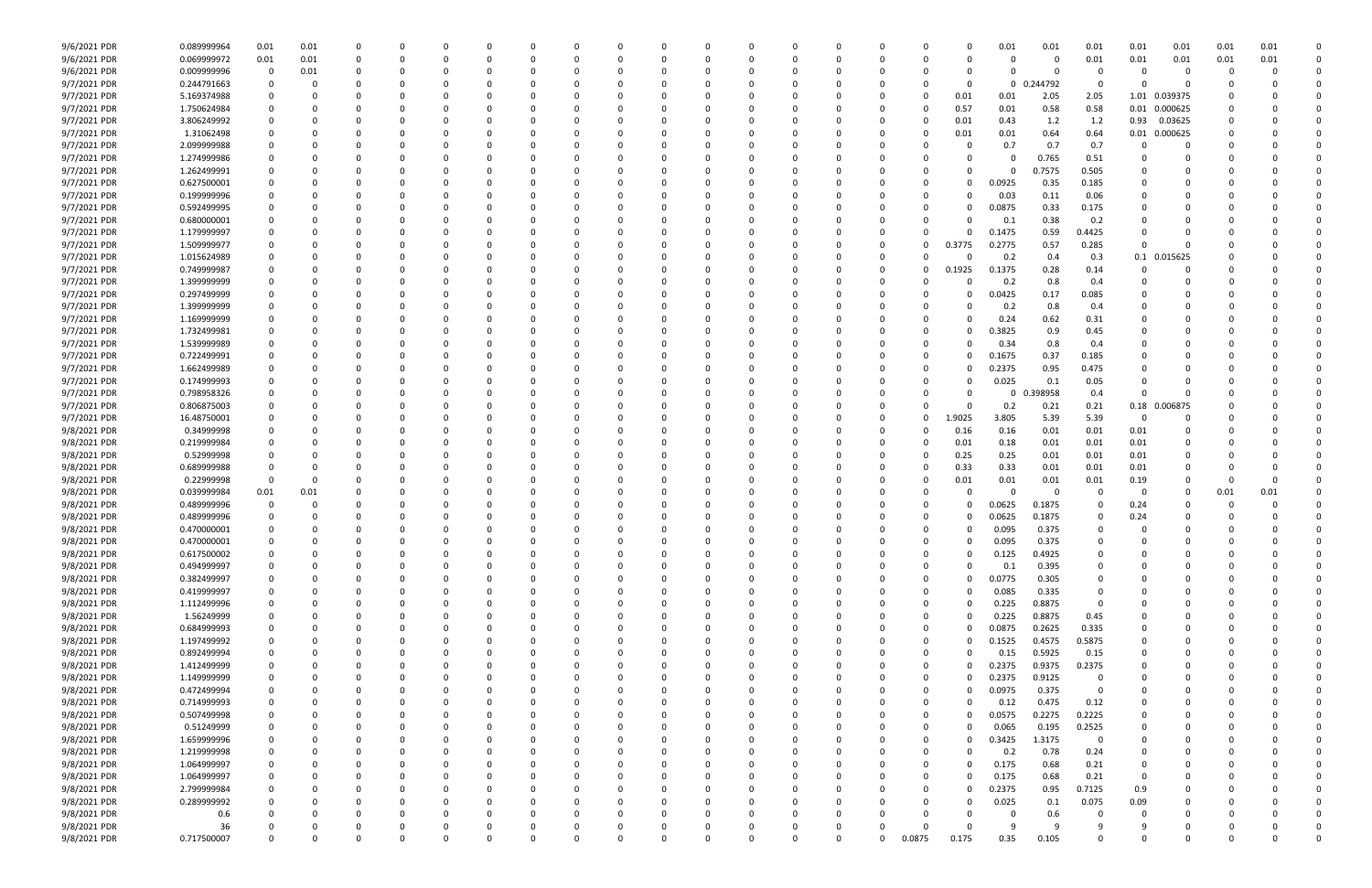| | | | | | | | | | | | | | | | | | | | | | | | | | | |
|---|---|---|---|---|---|---|---|---|---|---|---|---|---|---|---|---|---|---|---|---|---|---|---|---|---|---|
| 9/6/2021 PDR | 0.089999964 | 0.01 | 0.01 | 0 | 0 | 0 | 0 | 0 | 0 | 0 | 0 | 0 | 0 | 0 | 0 | 0 | 0 | 0 | 0.01 | 0.01 | 0.01 | 0.01 | 0.01 | 0.01 | 0.01 | 0 |
| 9/6/2021 PDR | 0.069999972 | 0.01 | 0.01 | 0 | 0 | 0 | 0 | 0 | 0 | 0 | 0 | 0 | 0 | 0 | 0 | 0 | 0 | 0 | 0 | 0 | 0.01 | 0.01 | 0.01 | 0.01 | 0.01 | 0 |
| 9/6/2021 PDR | 0.009999996 | 0 | 0.01 | 0 | 0 | 0 | 0 | 0 | 0 | 0 | 0 | 0 | 0 | 0 | 0 | 0 | 0 | 0 | 0 | 0 | 0 | 0 | 0 | 0 | 0 | 0 |
| 9/7/2021 PDR | 0.244791663 | 0 | 0 | 0 | 0 | 0 | 0 | 0 | 0 | 0 | 0 | 0 | 0 | 0 | 0 | 0 | 0 | 0 | 0 | 0.244792 | 0 | 0 | 0 | 0 | 0 | 0 |
| 9/7/2021 PDR | 5.169374988 | 0 | 0 | 0 | 0 | 0 | 0 | 0 | 0 | 0 | 0 | 0 | 0 | 0 | 0 | 0 | 0 | 0.01 | 0.01 | 2.05 | 2.05 | 1.01 | 0.039375 | 0 | 0 | 0 |
| 9/7/2021 PDR | 1.750624984 | 0 | 0 | 0 | 0 | 0 | 0 | 0 | 0 | 0 | 0 | 0 | 0 | 0 | 0 | 0 | 0 | 0.57 | 0.01 | 0.58 | 0.58 | 0.01 | 0.000625 | 0 | 0 | 0 |
| 9/7/2021 PDR | 3.806249992 | 0 | 0 | 0 | 0 | 0 | 0 | 0 | 0 | 0 | 0 | 0 | 0 | 0 | 0 | 0 | 0 | 0.01 | 0.43 | 1.2 | 1.2 | 0.93 | 0.03625 | 0 | 0 | 0 |
| 9/7/2021 PDR | 1.31062498 | 0 | 0 | 0 | 0 | 0 | 0 | 0 | 0 | 0 | 0 | 0 | 0 | 0 | 0 | 0 | 0 | 0.01 | 0.01 | 0.64 | 0.64 | 0.01 | 0.000625 | 0 | 0 | 0 |
| 9/7/2021 PDR | 2.099999988 | 0 | 0 | 0 | 0 | 0 | 0 | 0 | 0 | 0 | 0 | 0 | 0 | 0 | 0 | 0 | 0 | 0 | 0.7 | 0.7 | 0.7 | 0 | 0 | 0 | 0 | 0 |
| 9/7/2021 PDR | 1.274999986 | 0 | 0 | 0 | 0 | 0 | 0 | 0 | 0 | 0 | 0 | 0 | 0 | 0 | 0 | 0 | 0 | 0 | 0 | 0.765 | 0.51 | 0 | 0 | 0 | 0 | 0 |
| 9/7/2021 PDR | 1.262499991 | 0 | 0 | 0 | 0 | 0 | 0 | 0 | 0 | 0 | 0 | 0 | 0 | 0 | 0 | 0 | 0 | 0 | 0 | 0.7575 | 0.505 | 0 | 0 | 0 | 0 | 0 |
| 9/7/2021 PDR | 0.627500001 | 0 | 0 | 0 | 0 | 0 | 0 | 0 | 0 | 0 | 0 | 0 | 0 | 0 | 0 | 0 | 0 | 0 | 0.0925 | 0.35 | 0.185 | 0 | 0 | 0 | 0 | 0 |
| 9/7/2021 PDR | 0.199999996 | 0 | 0 | 0 | 0 | 0 | 0 | 0 | 0 | 0 | 0 | 0 | 0 | 0 | 0 | 0 | 0 | 0 | 0.03 | 0.11 | 0.06 | 0 | 0 | 0 | 0 | 0 |
| 9/7/2021 PDR | 0.592499995 | 0 | 0 | 0 | 0 | 0 | 0 | 0 | 0 | 0 | 0 | 0 | 0 | 0 | 0 | 0 | 0 | 0 | 0.0875 | 0.33 | 0.175 | 0 | 0 | 0 | 0 | 0 |
| 9/7/2021 PDR | 0.680000001 | 0 | 0 | 0 | 0 | 0 | 0 | 0 | 0 | 0 | 0 | 0 | 0 | 0 | 0 | 0 | 0 | 0 | 0.1 | 0.38 | 0.2 | 0 | 0 | 0 | 0 | 0 |
| 9/7/2021 PDR | 1.179999997 | 0 | 0 | 0 | 0 | 0 | 0 | 0 | 0 | 0 | 0 | 0 | 0 | 0 | 0 | 0 | 0 | 0 | 0.1475 | 0.59 | 0.4425 | 0 | 0 | 0 | 0 | 0 |
| 9/7/2021 PDR | 1.509999977 | 0 | 0 | 0 | 0 | 0 | 0 | 0 | 0 | 0 | 0 | 0 | 0 | 0 | 0 | 0 | 0 | 0.3775 | 0.2775 | 0.57 | 0.285 | 0 | 0 | 0 | 0 | 0 |
| 9/7/2021 PDR | 1.015624989 | 0 | 0 | 0 | 0 | 0 | 0 | 0 | 0 | 0 | 0 | 0 | 0 | 0 | 0 | 0 | 0 | 0 | 0.2 | 0.4 | 0.3 | 0.1 | 0.015625 | 0 | 0 | 0 |
| 9/7/2021 PDR | 0.749999987 | 0 | 0 | 0 | 0 | 0 | 0 | 0 | 0 | 0 | 0 | 0 | 0 | 0 | 0 | 0 | 0 | 0.1925 | 0.1375 | 0.28 | 0.14 | 0 | 0 | 0 | 0 | 0 |
| 9/7/2021 PDR | 1.399999999 | 0 | 0 | 0 | 0 | 0 | 0 | 0 | 0 | 0 | 0 | 0 | 0 | 0 | 0 | 0 | 0 | 0 | 0.2 | 0.8 | 0.4 | 0 | 0 | 0 | 0 | 0 |
| 9/7/2021 PDR | 0.297499999 | 0 | 0 | 0 | 0 | 0 | 0 | 0 | 0 | 0 | 0 | 0 | 0 | 0 | 0 | 0 | 0 | 0 | 0.0425 | 0.17 | 0.085 | 0 | 0 | 0 | 0 | 0 |
| 9/7/2021 PDR | 1.39999999 | 0 | 0 | 0 | 0 | 0 | 0 | 0 | 0 | 0 | 0 | 0 | 0 | 0 | 0 | 0 | 0 | 0 | 0.2 | 0.8 | 0.4 | 0 | 0 | 0 | 0 | 0 |
| 9/7/2021 PDR | 1.169999999 | 0 | 0 | 0 | 0 | 0 | 0 | 0 | 0 | 0 | 0 | 0 | 0 | 0 | 0 | 0 | 0 | 0 | 0.24 | 0.62 | 0.31 | 0 | 0 | 0 | 0 | 0 |
| 9/7/2021 PDR | 1.732499981 | 0 | 0 | 0 | 0 | 0 | 0 | 0 | 0 | 0 | 0 | 0 | 0 | 0 | 0 | 0 | 0 | 0 | 0.3825 | 0.9 | 0.45 | 0 | 0 | 0 | 0 | 0 |
| 9/7/2021 PDR | 1.539999989 | 0 | 0 | 0 | 0 | 0 | 0 | 0 | 0 | 0 | 0 | 0 | 0 | 0 | 0 | 0 | 0 | 0 | 0.34 | 0.8 | 0.4 | 0 | 0 | 0 | 0 | 0 |
| 9/7/2021 PDR | 0.722499991 | 0 | 0 | 0 | 0 | 0 | 0 | 0 | 0 | 0 | 0 | 0 | 0 | 0 | 0 | 0 | 0 | 0 | 0.1675 | 0.37 | 0.185 | 0 | 0 | 0 | 0 | 0 |
| 9/7/2021 PDR | 1.662499989 | 0 | 0 | 0 | 0 | 0 | 0 | 0 | 0 | 0 | 0 | 0 | 0 | 0 | 0 | 0 | 0 | 0 | 0.2375 | 0.95 | 0.475 | 0 | 0 | 0 | 0 | 0 |
| 9/7/2021 PDR | 0.174999993 | 0 | 0 | 0 | 0 | 0 | 0 | 0 | 0 | 0 | 0 | 0 | 0 | 0 | 0 | 0 | 0 | 0 | 0.025 | 0.1 | 0.05 | 0 | 0 | 0 | 0 | 0 |
| 9/7/2021 PDR | 0.798958326 | 0 | 0 | 0 | 0 | 0 | 0 | 0 | 0 | 0 | 0 | 0 | 0 | 0 | 0 | 0 | 0 | 0 | 0 | 0.398958 | 0.4 | 0 | 0 | 0 | 0 | 0 |
| 9/7/2021 PDR | 0.806875003 | 0 | 0 | 0 | 0 | 0 | 0 | 0 | 0 | 0 | 0 | 0 | 0 | 0 | 0 | 0 | 0 | 0 | 0.2 | 0.21 | 0.21 | 0.18 | 0.006875 | 0 | 0 | 0 |
| 9/7/2021 PDR | 16.48750001 | 0 | 0 | 0 | 0 | 0 | 0 | 0 | 0 | 0 | 0 | 0 | 0 | 0 | 0 | 0 | 0 | 1.9025 | 3.805 | 5.39 | 5.39 | 0 | 0 | 0 | 0 | 0 |
| 9/8/2021 PDR | 0.34999998 | 0 | 0 | 0 | 0 | 0 | 0 | 0 | 0 | 0 | 0 | 0 | 0 | 0 | 0 | 0 | 0 | 0.16 | 0.16 | 0.01 | 0.01 | 0.01 | 0 | 0 | 0 | 0 |
| 9/8/2021 PDR | 0.219999984 | 0 | 0 | 0 | 0 | 0 | 0 | 0 | 0 | 0 | 0 | 0 | 0 | 0 | 0 | 0 | 0 | 0.01 | 0.18 | 0.01 | 0.01 | 0.01 | 0 | 0 | 0 | 0 |
| 9/8/2021 PDR | 0.52999998 | 0 | 0 | 0 | 0 | 0 | 0 | 0 | 0 | 0 | 0 | 0 | 0 | 0 | 0 | 0 | 0 | 0.25 | 0.25 | 0.01 | 0.01 | 0.01 | 0 | 0 | 0 | 0 |
| 9/8/2021 PDR | 0.689999988 | 0 | 0 | 0 | 0 | 0 | 0 | 0 | 0 | 0 | 0 | 0 | 0 | 0 | 0 | 0 | 0 | 0.33 | 0.33 | 0.01 | 0.01 | 0.01 | 0 | 0 | 0 | 0 |
| 9/8/2021 PDR | 0.22999998 | 0 | 0 | 0 | 0 | 0 | 0 | 0 | 0 | 0 | 0 | 0 | 0 | 0 | 0 | 0 | 0 | 0.01 | 0.01 | 0.01 | 0.01 | 0.19 | 0 | 0 | 0 | 0 |
| 9/8/2021 PDR | 0.039999984 | 0.01 | 0.01 | 0 | 0 | 0 | 0 | 0 | 0 | 0 | 0 | 0 | 0 | 0 | 0 | 0 | 0 | 0 | 0 | 0 | 0 | 0 | 0 | 0.01 | 0.01 | 0 |
| 9/8/2021 PDR | 0.489999996 | 0 | 0 | 0 | 0 | 0 | 0 | 0 | 0 | 0 | 0 | 0 | 0 | 0 | 0 | 0 | 0 | 0 | 0.0625 | 0.1875 | 0 | 0.24 | 0 | 0 | 0 | 0 |
| 9/8/2021 PDR | 0.489999996 | 0 | 0 | 0 | 0 | 0 | 0 | 0 | 0 | 0 | 0 | 0 | 0 | 0 | 0 | 0 | 0 | 0 | 0.0625 | 0.1875 | 0 | 0.24 | 0 | 0 | 0 | 0 |
| 9/8/2021 PDR | 0.470000001 | 0 | 0 | 0 | 0 | 0 | 0 | 0 | 0 | 0 | 0 | 0 | 0 | 0 | 0 | 0 | 0 | 0 | 0.095 | 0.375 | 0 | 0 | 0 | 0 | 0 | 0 |
| 9/8/2021 PDR | 0.470000001 | 0 | 0 | 0 | 0 | 0 | 0 | 0 | 0 | 0 | 0 | 0 | 0 | 0 | 0 | 0 | 0 | 0 | 0.095 | 0.375 | 0 | 0 | 0 | 0 | 0 | 0 |
| 9/8/2021 PDR | 0.617500002 | 0 | 0 | 0 | 0 | 0 | 0 | 0 | 0 | 0 | 0 | 0 | 0 | 0 | 0 | 0 | 0 | 0 | 0.125 | 0.4925 | 0 | 0 | 0 | 0 | 0 | 0 |
| 9/8/2021 PDR | 0.494999997 | 0 | 0 | 0 | 0 | 0 | 0 | 0 | 0 | 0 | 0 | 0 | 0 | 0 | 0 | 0 | 0 | 0 | 0.1 | 0.395 | 0 | 0 | 0 | 0 | 0 | 0 |
| 9/8/2021 PDR | 0.382499997 | 0 | 0 | 0 | 0 | 0 | 0 | 0 | 0 | 0 | 0 | 0 | 0 | 0 | 0 | 0 | 0 | 0 | 0.0775 | 0.305 | 0 | 0 | 0 | 0 | 0 | 0 |
| 9/8/2021 PDR | 0.419999997 | 0 | 0 | 0 | 0 | 0 | 0 | 0 | 0 | 0 | 0 | 0 | 0 | 0 | 0 | 0 | 0 | 0 | 0.085 | 0.335 | 0 | 0 | 0 | 0 | 0 | 0 |
| 9/8/2021 PDR | 1.112499996 | 0 | 0 | 0 | 0 | 0 | 0 | 0 | 0 | 0 | 0 | 0 | 0 | 0 | 0 | 0 | 0 | 0 | 0.225 | 0.8875 | 0 | 0 | 0 | 0 | 0 | 0 |
| 9/8/2021 PDR | 1.56249999 | 0 | 0 | 0 | 0 | 0 | 0 | 0 | 0 | 0 | 0 | 0 | 0 | 0 | 0 | 0 | 0 | 0 | 0.225 | 0.8875 | 0.45 | 0 | 0 | 0 | 0 | 0 |
| 9/8/2021 PDR | 0.684999993 | 0 | 0 | 0 | 0 | 0 | 0 | 0 | 0 | 0 | 0 | 0 | 0 | 0 | 0 | 0 | 0 | 0 | 0.0875 | 0.2625 | 0.335 | 0 | 0 | 0 | 0 | 0 |
| 9/8/2021 PDR | 1.197499992 | 0 | 0 | 0 | 0 | 0 | 0 | 0 | 0 | 0 | 0 | 0 | 0 | 0 | 0 | 0 | 0 | 0 | 0.1525 | 0.4575 | 0.5875 | 0 | 0 | 0 | 0 | 0 |
| 9/8/2021 PDR | 0.892499994 | 0 | 0 | 0 | 0 | 0 | 0 | 0 | 0 | 0 | 0 | 0 | 0 | 0 | 0 | 0 | 0 | 0 | 0.15 | 0.5925 | 0.15 | 0 | 0 | 0 | 0 | 0 |
| 9/8/2021 PDR | 1.412499999 | 0 | 0 | 0 | 0 | 0 | 0 | 0 | 0 | 0 | 0 | 0 | 0 | 0 | 0 | 0 | 0 | 0 | 0.2375 | 0.9375 | 0.2375 | 0 | 0 | 0 | 0 | 0 |
| 9/8/2021 PDR | 1.149999999 | 0 | 0 | 0 | 0 | 0 | 0 | 0 | 0 | 0 | 0 | 0 | 0 | 0 | 0 | 0 | 0 | 0 | 0.2375 | 0.9125 | 0 | 0 | 0 | 0 | 0 | 0 |
| 9/8/2021 PDR | 0.472499994 | 0 | 0 | 0 | 0 | 0 | 0 | 0 | 0 | 0 | 0 | 0 | 0 | 0 | 0 | 0 | 0 | 0 | 0.0975 | 0.375 | 0 | 0 | 0 | 0 | 0 | 0 |
| 9/8/2021 PDR | 0.714999993 | 0 | 0 | 0 | 0 | 0 | 0 | 0 | 0 | 0 | 0 | 0 | 0 | 0 | 0 | 0 | 0 | 0 | 0.12 | 0.475 | 0.12 | 0 | 0 | 0 | 0 | 0 |
| 9/8/2021 PDR | 0.507499998 | 0 | 0 | 0 | 0 | 0 | 0 | 0 | 0 | 0 | 0 | 0 | 0 | 0 | 0 | 0 | 0 | 0 | 0.0575 | 0.2275 | 0.2225 | 0 | 0 | 0 | 0 | 0 |
| 9/8/2021 PDR | 0.51249999 | 0 | 0 | 0 | 0 | 0 | 0 | 0 | 0 | 0 | 0 | 0 | 0 | 0 | 0 | 0 | 0 | 0 | 0.065 | 0.195 | 0.2525 | 0 | 0 | 0 | 0 | 0 |
| 9/8/2021 PDR | 1.659999996 | 0 | 0 | 0 | 0 | 0 | 0 | 0 | 0 | 0 | 0 | 0 | 0 | 0 | 0 | 0 | 0 | 0 | 0.3425 | 1.3175 | 0 | 0 | 0 | 0 | 0 | 0 |
| 9/8/2021 PDR | 1.219999998 | 0 | 0 | 0 | 0 | 0 | 0 | 0 | 0 | 0 | 0 | 0 | 0 | 0 | 0 | 0 | 0 | 0 | 0.2 | 0.78 | 0.24 | 0 | 0 | 0 | 0 | 0 |
| 9/8/2021 PDR | 1.064999997 | 0 | 0 | 0 | 0 | 0 | 0 | 0 | 0 | 0 | 0 | 0 | 0 | 0 | 0 | 0 | 0 | 0 | 0.175 | 0.68 | 0.21 | 0 | 0 | 0 | 0 | 0 |
| 9/8/2021 PDR | 1.064999997 | 0 | 0 | 0 | 0 | 0 | 0 | 0 | 0 | 0 | 0 | 0 | 0 | 0 | 0 | 0 | 0 | 0 | 0.175 | 0.68 | 0.21 | 0 | 0 | 0 | 0 | 0 |
| 9/8/2021 PDR | 2.799999984 | 0 | 0 | 0 | 0 | 0 | 0 | 0 | 0 | 0 | 0 | 0 | 0 | 0 | 0 | 0 | 0 | 0 | 0.2375 | 0.95 | 0.7125 | 0.9 | 0 | 0 | 0 | 0 |
| 9/8/2021 PDR | 0.289999992 | 0 | 0 | 0 | 0 | 0 | 0 | 0 | 0 | 0 | 0 | 0 | 0 | 0 | 0 | 0 | 0 | 0 | 0.025 | 0.1 | 0.075 | 0.09 | 0 | 0 | 0 | 0 |
| 9/8/2021 PDR | 0.6 | 0 | 0 | 0 | 0 | 0 | 0 | 0 | 0 | 0 | 0 | 0 | 0 | 0 | 0 | 0 | 0 | 0 | 0 | 0.6 | 0 | 0 | 0 | 0 | 0 | 0 |
| 9/8/2021 PDR | 36 | 0 | 0 | 0 | 0 | 0 | 0 | 0 | 0 | 0 | 0 | 0 | 0 | 0 | 0 | 0 | 0 | 0 | 9 | 9 | 9 | 9 | 0 | 0 | 0 | 0 |
| 9/8/2021 PDR | 0.717500007 | 0 | 0 | 0 | 0 | 0 | 0 | 0 | 0 | 0 | 0 | 0 | 0 | 0 | 0 | 0 | 0.0875 | 0.175 | 0.35 | 0.105 | 0 | 0 | 0 | 0 | 0 | 0 |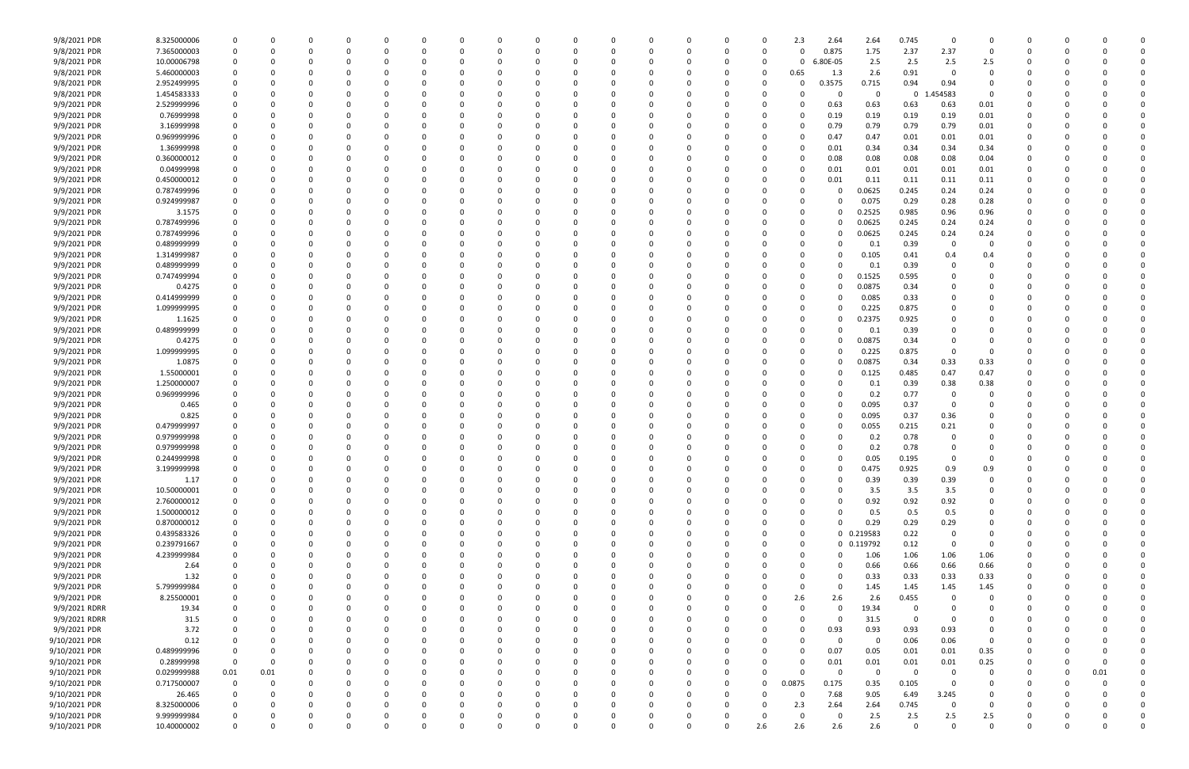| | | | | | | | | | | | | | | | | | | | | | | | | | | |
|---|---|---|---|---|---|---|---|---|---|---|---|---|---|---|---|---|---|---|---|---|---|---|---|---|---|---|
| 9/8/2021 PDR | 8.325000006 | 0 | 0 | 0 | 0 | 0 | 0 | 0 | 0 | 0 | 0 | 0 | 0 | 0 | 0 | 0 | 2.3 | 2.64 | 2.64 | 0.745 | 0 | 0 | 0 | 0 | 0 | 0 |
| 9/8/2021 PDR | 7.365000003 | 0 | 0 | 0 | 0 | 0 | 0 | 0 | 0 | 0 | 0 | 0 | 0 | 0 | 0 | 0 | 0 | 0.875 | 1.75 | 2.37 | 2.37 | 0 | 0 | 0 | 0 | 0 |
| 9/8/2021 PDR | 10.00006798 | 0 | 0 | 0 | 0 | 0 | 0 | 0 | 0 | 0 | 0 | 0 | 0 | 0 | 0 | 0 | 0 | 6.80E-05 | 2.5 | 2.5 | 2.5 | 2.5 | 0 | 0 | 0 | 0 |
| 9/8/2021 PDR | 5.460000003 | 0 | 0 | 0 | 0 | 0 | 0 | 0 | 0 | 0 | 0 | 0 | 0 | 0 | 0 | 0 | 0.65 | 1.3 | 2.6 | 0.91 | 0 | 0 | 0 | 0 | 0 | 0 |
| 9/8/2021 PDR | 2.952499995 | 0 | 0 | 0 | 0 | 0 | 0 | 0 | 0 | 0 | 0 | 0 | 0 | 0 | 0 | 0 | 0 | 0.3575 | 0.715 | 0.94 | 0.94 | 0 | 0 | 0 | 0 | 0 |
| 9/8/2021 PDR | 1.454583333 | 0 | 0 | 0 | 0 | 0 | 0 | 0 | 0 | 0 | 0 | 0 | 0 | 0 | 0 | 0 | 0 | 0 | 0 | 0 | 1.454583 | 0 | 0 | 0 | 0 | 0 |
| 9/9/2021 PDR | 2.529999996 | 0 | 0 | 0 | 0 | 0 | 0 | 0 | 0 | 0 | 0 | 0 | 0 | 0 | 0 | 0 | 0 | 0.63 | 0.63 | 0.63 | 0.63 | 0.01 | 0 | 0 | 0 | 0 |
| 9/9/2021 PDR | 0.76999998 | 0 | 0 | 0 | 0 | 0 | 0 | 0 | 0 | 0 | 0 | 0 | 0 | 0 | 0 | 0 | 0 | 0.19 | 0.19 | 0.19 | 0.19 | 0.01 | 0 | 0 | 0 | 0 |
| 9/9/2021 PDR | 3.16999998 | 0 | 0 | 0 | 0 | 0 | 0 | 0 | 0 | 0 | 0 | 0 | 0 | 0 | 0 | 0 | 0 | 0.79 | 0.79 | 0.79 | 0.79 | 0.01 | 0 | 0 | 0 | 0 |
| 9/9/2021 PDR | 0.969999996 | 0 | 0 | 0 | 0 | 0 | 0 | 0 | 0 | 0 | 0 | 0 | 0 | 0 | 0 | 0 | 0 | 0.47 | 0.47 | 0.01 | 0.01 | 0.01 | 0 | 0 | 0 | 0 |
| 9/9/2021 PDR | 1.36999998 | 0 | 0 | 0 | 0 | 0 | 0 | 0 | 0 | 0 | 0 | 0 | 0 | 0 | 0 | 0 | 0 | 0.01 | 0.34 | 0.34 | 0.34 | 0.34 | 0 | 0 | 0 | 0 |
| 9/9/2021 PDR | 0.360000012 | 0 | 0 | 0 | 0 | 0 | 0 | 0 | 0 | 0 | 0 | 0 | 0 | 0 | 0 | 0 | 0 | 0.08 | 0.08 | 0.08 | 0.08 | 0.04 | 0 | 0 | 0 | 0 |
| 9/9/2021 PDR | 0.04999998 | 0 | 0 | 0 | 0 | 0 | 0 | 0 | 0 | 0 | 0 | 0 | 0 | 0 | 0 | 0 | 0 | 0.01 | 0.01 | 0.01 | 0.01 | 0.01 | 0 | 0 | 0 | 0 |
| 9/9/2021 PDR | 0.450000012 | 0 | 0 | 0 | 0 | 0 | 0 | 0 | 0 | 0 | 0 | 0 | 0 | 0 | 0 | 0 | 0 | 0.01 | 0.11 | 0.11 | 0.11 | 0.11 | 0 | 0 | 0 | 0 |
| 9/9/2021 PDR | 0.787499996 | 0 | 0 | 0 | 0 | 0 | 0 | 0 | 0 | 0 | 0 | 0 | 0 | 0 | 0 | 0 | 0 | 0 | 0.0625 | 0.245 | 0.24 | 0.24 | 0 | 0 | 0 | 0 |
| 9/9/2021 PDR | 0.924999987 | 0 | 0 | 0 | 0 | 0 | 0 | 0 | 0 | 0 | 0 | 0 | 0 | 0 | 0 | 0 | 0 | 0 | 0.075 | 0.29 | 0.28 | 0.28 | 0 | 0 | 0 | 0 |
| 9/9/2021 PDR | 3.1575 | 0 | 0 | 0 | 0 | 0 | 0 | 0 | 0 | 0 | 0 | 0 | 0 | 0 | 0 | 0 | 0 | 0 | 0.2525 | 0.985 | 0.96 | 0.96 | 0 | 0 | 0 | 0 |
| 9/9/2021 PDR | 0.787499996 | 0 | 0 | 0 | 0 | 0 | 0 | 0 | 0 | 0 | 0 | 0 | 0 | 0 | 0 | 0 | 0 | 0 | 0.0625 | 0.245 | 0.24 | 0.24 | 0 | 0 | 0 | 0 |
| 9/9/2021 PDR | 0.787499996 | 0 | 0 | 0 | 0 | 0 | 0 | 0 | 0 | 0 | 0 | 0 | 0 | 0 | 0 | 0 | 0 | 0 | 0.0625 | 0.245 | 0.24 | 0.24 | 0 | 0 | 0 | 0 |
| 9/9/2021 PDR | 0.489999999 | 0 | 0 | 0 | 0 | 0 | 0 | 0 | 0 | 0 | 0 | 0 | 0 | 0 | 0 | 0 | 0 | 0 | 0.1 | 0.39 | 0 | 0 | 0 | 0 | 0 | 0 |
| 9/9/2021 PDR | 1.314999987 | 0 | 0 | 0 | 0 | 0 | 0 | 0 | 0 | 0 | 0 | 0 | 0 | 0 | 0 | 0 | 0 | 0 | 0.105 | 0.41 | 0.4 | 0.4 | 0 | 0 | 0 | 0 |
| 9/9/2021 PDR | 0.489999999 | 0 | 0 | 0 | 0 | 0 | 0 | 0 | 0 | 0 | 0 | 0 | 0 | 0 | 0 | 0 | 0 | 0 | 0.1 | 0.39 | 0 | 0 | 0 | 0 | 0 | 0 |
| 9/9/2021 PDR | 0.747499994 | 0 | 0 | 0 | 0 | 0 | 0 | 0 | 0 | 0 | 0 | 0 | 0 | 0 | 0 | 0 | 0 | 0 | 0.1525 | 0.595 | 0 | 0 | 0 | 0 | 0 | 0 |
| 9/9/2021 PDR | 0.4275 | 0 | 0 | 0 | 0 | 0 | 0 | 0 | 0 | 0 | 0 | 0 | 0 | 0 | 0 | 0 | 0 | 0 | 0.0875 | 0.34 | 0 | 0 | 0 | 0 | 0 | 0 |
| 9/9/2021 PDR | 0.414999999 | 0 | 0 | 0 | 0 | 0 | 0 | 0 | 0 | 0 | 0 | 0 | 0 | 0 | 0 | 0 | 0 | 0 | 0.085 | 0.33 | 0 | 0 | 0 | 0 | 0 | 0 |
| 9/9/2021 PDR | 1.099999995 | 0 | 0 | 0 | 0 | 0 | 0 | 0 | 0 | 0 | 0 | 0 | 0 | 0 | 0 | 0 | 0 | 0 | 0.225 | 0.875 | 0 | 0 | 0 | 0 | 0 | 0 |
| 9/9/2021 PDR | 1.1625 | 0 | 0 | 0 | 0 | 0 | 0 | 0 | 0 | 0 | 0 | 0 | 0 | 0 | 0 | 0 | 0 | 0 | 0.2375 | 0.925 | 0 | 0 | 0 | 0 | 0 | 0 |
| 9/9/2021 PDR | 0.489999999 | 0 | 0 | 0 | 0 | 0 | 0 | 0 | 0 | 0 | 0 | 0 | 0 | 0 | 0 | 0 | 0 | 0 | 0.1 | 0.39 | 0 | 0 | 0 | 0 | 0 | 0 |
| 9/9/2021 PDR | 0.4275 | 0 | 0 | 0 | 0 | 0 | 0 | 0 | 0 | 0 | 0 | 0 | 0 | 0 | 0 | 0 | 0 | 0 | 0.0875 | 0.34 | 0 | 0 | 0 | 0 | 0 | 0 |
| 9/9/2021 PDR | 1.099999995 | 0 | 0 | 0 | 0 | 0 | 0 | 0 | 0 | 0 | 0 | 0 | 0 | 0 | 0 | 0 | 0 | 0 | 0.225 | 0.875 | 0 | 0 | 0 | 0 | 0 | 0 |
| 9/9/2021 PDR | 1.0875 | 0 | 0 | 0 | 0 | 0 | 0 | 0 | 0 | 0 | 0 | 0 | 0 | 0 | 0 | 0 | 0 | 0 | 0.0875 | 0.34 | 0.33 | 0.33 | 0 | 0 | 0 | 0 |
| 9/9/2021 PDR | 1.55000001 | 0 | 0 | 0 | 0 | 0 | 0 | 0 | 0 | 0 | 0 | 0 | 0 | 0 | 0 | 0 | 0 | 0 | 0.125 | 0.485 | 0.47 | 0.47 | 0 | 0 | 0 | 0 |
| 9/9/2021 PDR | 1.250000007 | 0 | 0 | 0 | 0 | 0 | 0 | 0 | 0 | 0 | 0 | 0 | 0 | 0 | 0 | 0 | 0 | 0 | 0.1 | 0.39 | 0.38 | 0.38 | 0 | 0 | 0 | 0 |
| 9/9/2021 PDR | 0.969999996 | 0 | 0 | 0 | 0 | 0 | 0 | 0 | 0 | 0 | 0 | 0 | 0 | 0 | 0 | 0 | 0 | 0 | 0.2 | 0.77 | 0 | 0 | 0 | 0 | 0 | 0 |
| 9/9/2021 PDR | 0.465 | 0 | 0 | 0 | 0 | 0 | 0 | 0 | 0 | 0 | 0 | 0 | 0 | 0 | 0 | 0 | 0 | 0 | 0.095 | 0.37 | 0 | 0 | 0 | 0 | 0 | 0 |
| 9/9/2021 PDR | 0.825 | 0 | 0 | 0 | 0 | 0 | 0 | 0 | 0 | 0 | 0 | 0 | 0 | 0 | 0 | 0 | 0 | 0 | 0.095 | 0.37 | 0.36 | 0 | 0 | 0 | 0 | 0 |
| 9/9/2021 PDR | 0.479999997 | 0 | 0 | 0 | 0 | 0 | 0 | 0 | 0 | 0 | 0 | 0 | 0 | 0 | 0 | 0 | 0 | 0 | 0.055 | 0.215 | 0.21 | 0 | 0 | 0 | 0 | 0 |
| 9/9/2021 PDR | 0.979999998 | 0 | 0 | 0 | 0 | 0 | 0 | 0 | 0 | 0 | 0 | 0 | 0 | 0 | 0 | 0 | 0 | 0 | 0.2 | 0.78 | 0 | 0 | 0 | 0 | 0 | 0 |
| 9/9/2021 PDR | 0.979999998 | 0 | 0 | 0 | 0 | 0 | 0 | 0 | 0 | 0 | 0 | 0 | 0 | 0 | 0 | 0 | 0 | 0 | 0.2 | 0.78 | 0 | 0 | 0 | 0 | 0 | 0 |
| 9/9/2021 PDR | 0.244999998 | 0 | 0 | 0 | 0 | 0 | 0 | 0 | 0 | 0 | 0 | 0 | 0 | 0 | 0 | 0 | 0 | 0 | 0.05 | 0.195 | 0 | 0 | 0 | 0 | 0 | 0 |
| 9/9/2021 PDR | 3.199999998 | 0 | 0 | 0 | 0 | 0 | 0 | 0 | 0 | 0 | 0 | 0 | 0 | 0 | 0 | 0 | 0 | 0 | 0.475 | 0.925 | 0.9 | 0.9 | 0 | 0 | 0 | 0 |
| 9/9/2021 PDR | 1.17 | 0 | 0 | 0 | 0 | 0 | 0 | 0 | 0 | 0 | 0 | 0 | 0 | 0 | 0 | 0 | 0 | 0 | 0.39 | 0.39 | 0.39 | 0 | 0 | 0 | 0 | 0 |
| 9/9/2021 PDR | 10.50000001 | 0 | 0 | 0 | 0 | 0 | 0 | 0 | 0 | 0 | 0 | 0 | 0 | 0 | 0 | 0 | 0 | 0 | 3.5 | 3.5 | 3.5 | 0 | 0 | 0 | 0 | 0 |
| 9/9/2021 PDR | 2.760000012 | 0 | 0 | 0 | 0 | 0 | 0 | 0 | 0 | 0 | 0 | 0 | 0 | 0 | 0 | 0 | 0 | 0 | 0.92 | 0.92 | 0.92 | 0 | 0 | 0 | 0 | 0 |
| 9/9/2021 PDR | 1.500000012 | 0 | 0 | 0 | 0 | 0 | 0 | 0 | 0 | 0 | 0 | 0 | 0 | 0 | 0 | 0 | 0 | 0 | 0.5 | 0.5 | 0.5 | 0 | 0 | 0 | 0 | 0 |
| 9/9/2021 PDR | 0.870000012 | 0 | 0 | 0 | 0 | 0 | 0 | 0 | 0 | 0 | 0 | 0 | 0 | 0 | 0 | 0 | 0 | 0 | 0.29 | 0.29 | 0.29 | 0 | 0 | 0 | 0 | 0 |
| 9/9/2021 PDR | 0.439583326 | 0 | 0 | 0 | 0 | 0 | 0 | 0 | 0 | 0 | 0 | 0 | 0 | 0 | 0 | 0 | 0 | 0 | 0.219583 | 0.22 | 0 | 0 | 0 | 0 | 0 | 0 |
| 9/9/2021 PDR | 0.239791667 | 0 | 0 | 0 | 0 | 0 | 0 | 0 | 0 | 0 | 0 | 0 | 0 | 0 | 0 | 0 | 0 | 0 | 0.119792 | 0.12 | 0 | 0 | 0 | 0 | 0 | 0 |
| 9/9/2021 PDR | 4.239999984 | 0 | 0 | 0 | 0 | 0 | 0 | 0 | 0 | 0 | 0 | 0 | 0 | 0 | 0 | 0 | 0 | 0 | 1.06 | 1.06 | 1.06 | 1.06 | 0 | 0 | 0 | 0 |
| 9/9/2021 PDR | 2.64 | 0 | 0 | 0 | 0 | 0 | 0 | 0 | 0 | 0 | 0 | 0 | 0 | 0 | 0 | 0 | 0 | 0 | 0.66 | 0.66 | 0.66 | 0.66 | 0 | 0 | 0 | 0 |
| 9/9/2021 PDR | 1.32 | 0 | 0 | 0 | 0 | 0 | 0 | 0 | 0 | 0 | 0 | 0 | 0 | 0 | 0 | 0 | 0 | 0 | 0.33 | 0.33 | 0.33 | 0.33 | 0 | 0 | 0 | 0 |
| 9/9/2021 PDR | 5.799999984 | 0 | 0 | 0 | 0 | 0 | 0 | 0 | 0 | 0 | 0 | 0 | 0 | 0 | 0 | 0 | 0 | 0 | 1.45 | 1.45 | 1.45 | 1.45 | 0 | 0 | 0 | 0 |
| 9/9/2021 PDR | 8.25500001 | 0 | 0 | 0 | 0 | 0 | 0 | 0 | 0 | 0 | 0 | 0 | 0 | 0 | 0 | 0 | 2.6 | 2.6 | 2.6 | 0.455 | 0 | 0 | 0 | 0 | 0 | 0 |
| 9/9/2021 RDRR | 19.34 | 0 | 0 | 0 | 0 | 0 | 0 | 0 | 0 | 0 | 0 | 0 | 0 | 0 | 0 | 0 | 0 | 0 | 19.34 | 0 | 0 | 0 | 0 | 0 | 0 | 0 |
| 9/9/2021 RDRR | 31.5 | 0 | 0 | 0 | 0 | 0 | 0 | 0 | 0 | 0 | 0 | 0 | 0 | 0 | 0 | 0 | 0 | 0 | 31.5 | 0 | 0 | 0 | 0 | 0 | 0 | 0 |
| 9/9/2021 PDR | 3.72 | 0 | 0 | 0 | 0 | 0 | 0 | 0 | 0 | 0 | 0 | 0 | 0 | 0 | 0 | 0 | 0 | 0.93 | 0.93 | 0.93 | 0.93 | 0 | 0 | 0 | 0 | 0 |
| 9/10/2021 PDR | 0.12 | 0 | 0 | 0 | 0 | 0 | 0 | 0 | 0 | 0 | 0 | 0 | 0 | 0 | 0 | 0 | 0 | 0 | 0 | 0.06 | 0.06 | 0 | 0 | 0 | 0 | 0 |
| 9/10/2021 PDR | 0.489999996 | 0 | 0 | 0 | 0 | 0 | 0 | 0 | 0 | 0 | 0 | 0 | 0 | 0 | 0 | 0 | 0 | 0.07 | 0.05 | 0.01 | 0.01 | 0.35 | 0 | 0 | 0 | 0 |
| 9/10/2021 PDR | 0.28999998 | 0 | 0 | 0 | 0 | 0 | 0 | 0 | 0 | 0 | 0 | 0 | 0 | 0 | 0 | 0 | 0 | 0.01 | 0.01 | 0.01 | 0.01 | 0.25 | 0 | 0 | 0 | 0 |
| 9/10/2021 PDR | 0.029999988 | 0.01 | 0.01 | 0 | 0 | 0 | 0 | 0 | 0 | 0 | 0 | 0 | 0 | 0 | 0 | 0 | 0 | 0 | 0 | 0 | 0 | 0 | 0 | 0 | 0.01 | 0 |
| 9/10/2021 PDR | 0.717500007 | 0 | 0 | 0 | 0 | 0 | 0 | 0 | 0 | 0 | 0 | 0 | 0 | 0 | 0 | 0 | 0.0875 | 0.175 | 0.35 | 0.105 | 0 | 0 | 0 | 0 | 0 | 0 |
| 9/10/2021 PDR | 26.465 | 0 | 0 | 0 | 0 | 0 | 0 | 0 | 0 | 0 | 0 | 0 | 0 | 0 | 0 | 0 | 0 | 7.68 | 9.05 | 6.49 | 3.245 | 0 | 0 | 0 | 0 | 0 |
| 9/10/2021 PDR | 8.325000006 | 0 | 0 | 0 | 0 | 0 | 0 | 0 | 0 | 0 | 0 | 0 | 0 | 0 | 0 | 0 | 2.3 | 2.64 | 2.64 | 0.745 | 0 | 0 | 0 | 0 | 0 | 0 |
| 9/10/2021 PDR | 9.999999984 | 0 | 0 | 0 | 0 | 0 | 0 | 0 | 0 | 0 | 0 | 0 | 0 | 0 | 0 | 0 | 0 | 0 | 2.5 | 2.5 | 2.5 | 2.5 | 0 | 0 | 0 | 0 |
| 9/10/2021 PDR | 10.40000002 | 0 | 0 | 0 | 0 | 0 | 0 | 0 | 0 | 0 | 0 | 0 | 0 | 0 | 0 | 2.6 | 2.6 | 2.6 | 2.6 | 0 | 0 | 0 | 0 | 0 | 0 | 0 |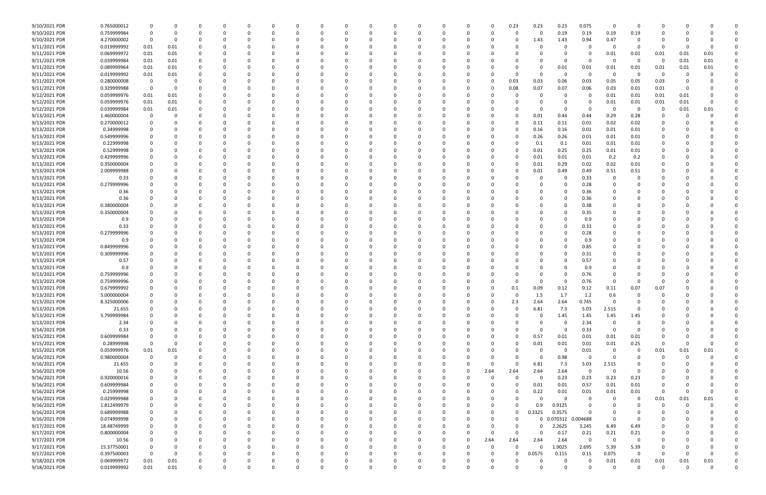| | | | | | | | | | | | | | | | | | | | | | | | | | | |
|---|---|---|---|---|---|---|---|---|---|---|---|---|---|---|---|---|---|---|---|---|---|---|---|---|---|---|
| 9/10/2021 PDR | 0.765000012 | 0 | 0 | 0 | 0 | 0 | 0 | 0 | 0 | 0 | 0 | 0 | 0 | 0 | 0 | 0 | 0.23 | 0.23 | 0.23 | 0.075 | 0 | 0 | 0 | 0 | 0 | 0 |
| 9/10/2021 PDR | 0.759999984 | 0 | 0 | 0 | 0 | 0 | 0 | 0 | 0 | 0 | 0 | 0 | 0 | 0 | 0 | 0 | 0 | 0 | 0.19 | 0.19 | 0.19 | 0.19 | 0 | 0 | 0 | 0 |
| 9/10/2021 PDR | 4.270000002 | 0 | 0 | 0 | 0 | 0 | 0 | 0 | 0 | 0 | 0 | 0 | 0 | 0 | 0 | 0 | 0 | 1.43 | 1.43 | 0.94 | 0.47 | 0 | 0 | 0 | 0 | 0 |
| 9/11/2021 PDR | 0.019999992 | 0.01 | 0.01 | 0 | 0 | 0 | 0 | 0 | 0 | 0 | 0 | 0 | 0 | 0 | 0 | 0 | 0 | 0 | 0 | 0 | 0 | 0 | 0 | 0 | 0 | 0 |
| 9/11/2021 PDR | 0.069999972 | 0.01 | 0.01 | 0 | 0 | 0 | 0 | 0 | 0 | 0 | 0 | 0 | 0 | 0 | 0 | 0 | 0 | 0 | 0 | 0 | 0.01 | 0.01 | 0.01 | 0.01 | 0.01 | 0 |
| 9/11/2021 PDR | 0.039999984 | 0.01 | 0.01 | 0 | 0 | 0 | 0 | 0 | 0 | 0 | 0 | 0 | 0 | 0 | 0 | 0 | 0 | 0 | 0 | 0 | 0 | 0 | 0 | 0.01 | 0.01 | 0 |
| 9/11/2021 PDR | 0.089999964 | 0.01 | 0.01 | 0 | 0 | 0 | 0 | 0 | 0 | 0 | 0 | 0 | 0 | 0 | 0 | 0 | 0 | 0 | 0.01 | 0.01 | 0.01 | 0.01 | 0.01 | 0.01 | 0.01 | 0 |
| 9/11/2021 PDR | 0.019999992 | 0.01 | 0.01 | 0 | 0 | 0 | 0 | 0 | 0 | 0 | 0 | 0 | 0 | 0 | 0 | 0 | 0 | 0 | 0 | 0 | 0 | 0 | 0 | 0 | 0 | 0 |
| 9/11/2021 PDR | 0.280000008 | 0 | 0 | 0 | 0 | 0 | 0 | 0 | 0 | 0 | 0 | 0 | 0 | 0 | 0 | 0 | 0.03 | 0.03 | 0.06 | 0.03 | 0.05 | 0.05 | 0.03 | 0 | 0 | 0 |
| 9/11/2021 PDR | 0.329999988 | 0 | 0 | 0 | 0 | 0 | 0 | 0 | 0 | 0 | 0 | 0 | 0 | 0 | 0 | 0 | 0.08 | 0.07 | 0.07 | 0.06 | 0.03 | 0.01 | 0.01 | 0 | 0 | 0 |
| 9/12/2021 PDR | 0.059999976 | 0.01 | 0.01 | 0 | 0 | 0 | 0 | 0 | 0 | 0 | 0 | 0 | 0 | 0 | 0 | 0 | 0 | 0 | 0 | 0 | 0.01 | 0.01 | 0.01 | 0.01 | 0 | 0 |
| 9/12/2021 PDR | 0.059999976 | 0.01 | 0.01 | 0 | 0 | 0 | 0 | 0 | 0 | 0 | 0 | 0 | 0 | 0 | 0 | 0 | 0 | 0 | 0 | 0 | 0.01 | 0.01 | 0.01 | 0.01 | 0 | 0 |
| 9/12/2021 PDR | 0.039999984 | 0.01 | 0.01 | 0 | 0 | 0 | 0 | 0 | 0 | 0 | 0 | 0 | 0 | 0 | 0 | 0 | 0 | 0 | 0 | 0 | 0 | 0 | 0 | 0.01 | 0.01 | 0 |
| 9/13/2021 PDR | 1.460000004 | 0 | 0 | 0 | 0 | 0 | 0 | 0 | 0 | 0 | 0 | 0 | 0 | 0 | 0 | 0 | 0.01 | 0.44 | 0.44 | 0.29 | 0.28 | 0 | 0 | 0 | 0 | 0 |
| 9/13/2021 PDR | 0.270000012 | 0 | 0 | 0 | 0 | 0 | 0 | 0 | 0 | 0 | 0 | 0 | 0 | 0 | 0 | 0 | 0.11 | 0.11 | 0.01 | 0.02 | 0.02 | 0 | 0 | 0 | 0 | 0 |
| 9/13/2021 PDR | 0.34999998 | 0 | 0 | 0 | 0 | 0 | 0 | 0 | 0 | 0 | 0 | 0 | 0 | 0 | 0 | 0 | 0.16 | 0.16 | 0.01 | 0.01 | 0.01 | 0 | 0 | 0 | 0 | 0 |
| 9/13/2021 PDR | 0.549999996 | 0 | 0 | 0 | 0 | 0 | 0 | 0 | 0 | 0 | 0 | 0 | 0 | 0 | 0 | 0 | 0.26 | 0.26 | 0.01 | 0.01 | 0.01 | 0 | 0 | 0 | 0 | 0 |
| 9/13/2021 PDR | 0.22999998 | 0 | 0 | 0 | 0 | 0 | 0 | 0 | 0 | 0 | 0 | 0 | 0 | 0 | 0 | 0 | 0.1 | 0.1 | 0.01 | 0.01 | 0.01 | 0 | 0 | 0 | 0 | 0 |
| 9/13/2021 PDR | 0.52999998 | 0 | 0 | 0 | 0 | 0 | 0 | 0 | 0 | 0 | 0 | 0 | 0 | 0 | 0 | 0 | 0.01 | 0.25 | 0.25 | 0.01 | 0.01 | 0 | 0 | 0 | 0 | 0 |
| 9/13/2021 PDR | 0.429999996 | 0 | 0 | 0 | 0 | 0 | 0 | 0 | 0 | 0 | 0 | 0 | 0 | 0 | 0 | 0 | 0.01 | 0.01 | 0.01 | 0.2 | 0.2 | 0 | 0 | 0 | 0 | 0 |
| 9/13/2021 PDR | 0.350000004 | 0 | 0 | 0 | 0 | 0 | 0 | 0 | 0 | 0 | 0 | 0 | 0 | 0 | 0 | 0 | 0.01 | 0.29 | 0.02 | 0.02 | 0.01 | 0 | 0 | 0 | 0 | 0 |
| 9/13/2021 PDR | 2.009999988 | 0 | 0 | 0 | 0 | 0 | 0 | 0 | 0 | 0 | 0 | 0 | 0 | 0 | 0 | 0 | 0.01 | 0.49 | 0.49 | 0.51 | 0.51 | 0 | 0 | 0 | 0 | 0 |
| 9/13/2021 PDR | 0.33 | 0 | 0 | 0 | 0 | 0 | 0 | 0 | 0 | 0 | 0 | 0 | 0 | 0 | 0 | 0 | 0 | 0 | 0 | 0.33 | 0 | 0 | 0 | 0 | 0 | 0 |
| 9/13/2021 PDR | 0.279999996 | 0 | 0 | 0 | 0 | 0 | 0 | 0 | 0 | 0 | 0 | 0 | 0 | 0 | 0 | 0 | 0 | 0 | 0 | 0.28 | 0 | 0 | 0 | 0 | 0 | 0 |
| 9/13/2021 PDR | 0.36 | 0 | 0 | 0 | 0 | 0 | 0 | 0 | 0 | 0 | 0 | 0 | 0 | 0 | 0 | 0 | 0 | 0 | 0 | 0.36 | 0 | 0 | 0 | 0 | 0 | 0 |
| 9/13/2021 PDR | 0.36 | 0 | 0 | 0 | 0 | 0 | 0 | 0 | 0 | 0 | 0 | 0 | 0 | 0 | 0 | 0 | 0 | 0 | 0 | 0.36 | 0 | 0 | 0 | 0 | 0 | 0 |
| 9/13/2021 PDR | 0.380000004 | 0 | 0 | 0 | 0 | 0 | 0 | 0 | 0 | 0 | 0 | 0 | 0 | 0 | 0 | 0 | 0 | 0 | 0 | 0.38 | 0 | 0 | 0 | 0 | 0 | 0 |
| 9/13/2021 PDR | 0.350000004 | 0 | 0 | 0 | 0 | 0 | 0 | 0 | 0 | 0 | 0 | 0 | 0 | 0 | 0 | 0 | 0 | 0 | 0 | 0.35 | 0 | 0 | 0 | 0 | 0 | 0 |
| 9/13/2021 PDR | 0.9 | 0 | 0 | 0 | 0 | 0 | 0 | 0 | 0 | 0 | 0 | 0 | 0 | 0 | 0 | 0 | 0 | 0 | 0 | 0.9 | 0 | 0 | 0 | 0 | 0 | 0 |
| 9/13/2021 PDR | 0.33 | 0 | 0 | 0 | 0 | 0 | 0 | 0 | 0 | 0 | 0 | 0 | 0 | 0 | 0 | 0 | 0 | 0 | 0 | 0.33 | 0 | 0 | 0 | 0 | 0 | 0 |
| 9/13/2021 PDR | 0.279999996 | 0 | 0 | 0 | 0 | 0 | 0 | 0 | 0 | 0 | 0 | 0 | 0 | 0 | 0 | 0 | 0 | 0 | 0 | 0.28 | 0 | 0 | 0 | 0 | 0 | 0 |
| 9/13/2021 PDR | 0.9 | 0 | 0 | 0 | 0 | 0 | 0 | 0 | 0 | 0 | 0 | 0 | 0 | 0 | 0 | 0 | 0 | 0 | 0 | 0.9 | 0 | 0 | 0 | 0 | 0 | 0 |
| 9/13/2021 PDR | 0.849999996 | 0 | 0 | 0 | 0 | 0 | 0 | 0 | 0 | 0 | 0 | 0 | 0 | 0 | 0 | 0 | 0 | 0 | 0 | 0.85 | 0 | 0 | 0 | 0 | 0 | 0 |
| 9/13/2021 PDR | 0.309999996 | 0 | 0 | 0 | 0 | 0 | 0 | 0 | 0 | 0 | 0 | 0 | 0 | 0 | 0 | 0 | 0 | 0 | 0 | 0.31 | 0 | 0 | 0 | 0 | 0 | 0 |
| 9/13/2021 PDR | 0.57 | 0 | 0 | 0 | 0 | 0 | 0 | 0 | 0 | 0 | 0 | 0 | 0 | 0 | 0 | 0 | 0 | 0 | 0 | 0.57 | 0 | 0 | 0 | 0 | 0 | 0 |
| 9/13/2021 PDR | 0.9 | 0 | 0 | 0 | 0 | 0 | 0 | 0 | 0 | 0 | 0 | 0 | 0 | 0 | 0 | 0 | 0 | 0 | 0 | 0.9 | 0 | 0 | 0 | 0 | 0 | 0 |
| 9/13/2021 PDR | 0.759999996 | 0 | 0 | 0 | 0 | 0 | 0 | 0 | 0 | 0 | 0 | 0 | 0 | 0 | 0 | 0 | 0 | 0 | 0 | 0.76 | 0 | 0 | 0 | 0 | 0 | 0 |
| 9/13/2021 PDR | 0.759999996 | 0 | 0 | 0 | 0 | 0 | 0 | 0 | 0 | 0 | 0 | 0 | 0 | 0 | 0 | 0 | 0 | 0 | 0 | 0.76 | 0 | 0 | 0 | 0 | 0 | 0 |
| 9/13/2021 PDR | 0.679999992 | 0 | 0 | 0 | 0 | 0 | 0 | 0 | 0 | 0 | 0 | 0 | 0 | 0 | 0 | 0.1 | 0.09 | 0.12 | 0.12 | 0.11 | 0.07 | 0.07 | 0 | 0 | 0 | 0 |
| 9/13/2021 PDR | 5.000000004 | 0 | 0 | 0 | 0 | 0 | 0 | 0 | 0 | 0 | 0 | 0 | 0 | 0 | 0 | 0 | 1.5 | 1.7 | 1.2 | 0.6 | 0 | 0 | 0 | 0 | 0 | 0 |
| 9/13/2021 PDR | 8.325000006 | 0 | 0 | 0 | 0 | 0 | 0 | 0 | 0 | 0 | 0 | 0 | 0 | 0 | 0 | 2.3 | 2.64 | 2.64 | 0.745 | 0 | 0 | 0 | 0 | 0 | 0 | 0 |
| 9/13/2021 PDR | 21.655 | 0 | 0 | 0 | 0 | 0 | 0 | 0 | 0 | 0 | 0 | 0 | 0 | 0 | 0 | 0 | 6.81 | 7.3 | 5.03 | 2.515 | 0 | 0 | 0 | 0 | 0 | 0 |
| 9/13/2021 PDR | 5.799999984 | 0 | 0 | 0 | 0 | 0 | 0 | 0 | 0 | 0 | 0 | 0 | 0 | 0 | 0 | 0 | 0 | 1.45 | 1.45 | 1.45 | 1.45 | 0 | 0 | 0 | 0 | 0 |
| 9/13/2021 PDR | 2.34 | 0 | 0 | 0 | 0 | 0 | 0 | 0 | 0 | 0 | 0 | 0 | 0 | 0 | 0 | 0 | 0 | 0 | 0 | 2.34 | 0 | 0 | 0 | 0 | 0 | 0 |
| 9/14/2021 PDR | 0.33 | 0 | 0 | 0 | 0 | 0 | 0 | 0 | 0 | 0 | 0 | 0 | 0 | 0 | 0 | 0 | 0 | 0 | 0 | 0.33 | 0 | 0 | 0 | 0 | 0 | 0 |
| 9/15/2021 PDR | 0.609999984 | 0 | 0 | 0 | 0 | 0 | 0 | 0 | 0 | 0 | 0 | 0 | 0 | 0 | 0 | 0 | 0.57 | 0.01 | 0.01 | 0.01 | 0.01 | 0 | 0 | 0 | 0 | 0 |
| 9/15/2021 PDR | 0.28999998 | 0 | 0 | 0 | 0 | 0 | 0 | 0 | 0 | 0 | 0 | 0 | 0 | 0 | 0 | 0 | 0.01 | 0.01 | 0.01 | 0.01 | 0.25 | 0 | 0 | 0 | 0 | 0 |
| 9/15/2021 PDR | 0.059999976 | 0.01 | 0.01 | 0 | 0 | 0 | 0 | 0 | 0 | 0 | 0 | 0 | 0 | 0 | 0 | 0 | 0 | 0 | 0 | 0.01 | 0 | 0 | 0.01 | 0.01 | 0.01 | 0 |
| 9/16/2021 PDR | 0.980000004 | 0 | 0 | 0 | 0 | 0 | 0 | 0 | 0 | 0 | 0 | 0 | 0 | 0 | 0 | 0 | 0 | 0 | 0.98 | 0 | 0 | 0 | 0 | 0 | 0 | 0 |
| 9/16/2021 PDR | 21.655 | 0 | 0 | 0 | 0 | 0 | 0 | 0 | 0 | 0 | 0 | 0 | 0 | 0 | 0 | 0 | 6.81 | 7.3 | 5.03 | 2.515 | 0 | 0 | 0 | 0 | 0 | 0 |
| 9/16/2021 PDR | 10.56 | 0 | 0 | 0 | 0 | 0 | 0 | 0 | 0 | 0 | 0 | 0 | 0 | 0 | 0 | 2.64 | 2.64 | 2.64 | 2.64 | 0 | 0 | 0 | 0 | 0 | 0 | 0 |
| 9/16/2021 PDR | 0.920000016 | 0 | 0 | 0 | 0 | 0 | 0 | 0 | 0 | 0 | 0 | 0 | 0 | 0 | 0 | 0 | 0 | 0.23 | 0.23 | 0.23 | 0.23 | 0 | 0 | 0 | 0 | 0 |
| 9/16/2021 PDR | 0.609999984 | 0 | 0 | 0 | 0 | 0 | 0 | 0 | 0 | 0 | 0 | 0 | 0 | 0 | 0 | 0 | 0.01 | 0.01 | 0.57 | 0.01 | 0.01 | 0 | 0 | 0 | 0 | 0 |
| 9/16/2021 PDR | 0.25999998 | 0 | 0 | 0 | 0 | 0 | 0 | 0 | 0 | 0 | 0 | 0 | 0 | 0 | 0 | 0 | 0.22 | 0.01 | 0.01 | 0.01 | 0.01 | 0 | 0 | 0 | 0 | 0 |
| 9/16/2021 PDR | 0.029999988 | 0 | 0 | 0 | 0 | 0 | 0 | 0 | 0 | 0 | 0 | 0 | 0 | 0 | 0 | 0 | 0 | 0 | 0 | 0 | 0 | 0 | 0.01 | 0.01 | 0.01 | 0 |
| 9/16/2021 PDR | 1.812499979 | 0 | 0 | 0 | 0 | 0 | 0 | 0 | 0 | 0 | 0 | 0 | 0 | 0 | 0 | 0 | 0.9 | 0.9125 | 0 | 0 | 0 | 0 | 0 | 0 | 0 | 0 |
| 9/16/2021 PDR | 0.689999988 | 0 | 0 | 0 | 0 | 0 | 0 | 0 | 0 | 0 | 0 | 0 | 0 | 0 | 0 | 0 | 0.3325 | 0.3575 | 0 | 0 | 0 | 0 | 0 | 0 | 0 | 0 |
| 9/16/2021 PDR | 0.074999998 | 0 | 0 | 0 | 0 | 0 | 0 | 0 | 0 | 0 | 0 | 0 | 0 | 0 | 0 | 0 | 0 | 0.070312 | 0.004688 | 0 | 0 | 0 | 0 | 0 | 0 | 0 |
| 9/17/2021 PDR | 18.48749999 | 0 | 0 | 0 | 0 | 0 | 0 | 0 | 0 | 0 | 0 | 0 | 0 | 0 | 0 | 0 | 0 | 2.2625 | 3.245 | 6.49 | 6.49 | 0 | 0 | 0 | 0 | 0 |
| 9/17/2021 PDR | 0.800000004 | 0 | 0 | 0 | 0 | 0 | 0 | 0 | 0 | 0 | 0 | 0 | 0 | 0 | 0 | 0 | 0 | 0.17 | 0.21 | 0.21 | 0.21 | 0 | 0 | 0 | 0 | 0 |
| 9/17/2021 PDR | 10.56 | 0 | 0 | 0 | 0 | 0 | 0 | 0 | 0 | 0 | 0 | 0 | 0 | 0 | 0 | 2.64 | 2.64 | 2.64 | 2.64 | 0 | 0 | 0 | 0 | 0 | 0 | 0 |
| 9/17/2021 PDR | 15.37750001 | 0 | 0 | 0 | 0 | 0 | 0 | 0 | 0 | 0 | 0 | 0 | 0 | 0 | 0 | 0 | 0 | 1.9025 | 2.695 | 5.39 | 5.39 | 0 | 0 | 0 | 0 | 0 |
| 9/17/2021 PDR | 0.397500003 | 0 | 0 | 0 | 0 | 0 | 0 | 0 | 0 | 0 | 0 | 0 | 0 | 0 | 0 | 0 | 0.0575 | 0.115 | 0.15 | 0.075 | 0 | 0 | 0 | 0 | 0 | 0 |
| 9/18/2021 PDR | 0.069999972 | 0.01 | 0.01 | 0 | 0 | 0 | 0 | 0 | 0 | 0 | 0 | 0 | 0 | 0 | 0 | 0 | 0 | 0 | 0 | 0 | 0.01 | 0.01 | 0.01 | 0.01 | 0.01 | 0 |
| 9/18/2021 PDR | 0.019999992 | 0.01 | 0.01 | 0 | 0 | 0 | 0 | 0 | 0 | 0 | 0 | 0 | 0 | 0 | 0 | 0 | 0 | 0 | 0 | 0 | 0 | 0 | 0 | 0 | 0 | 0 |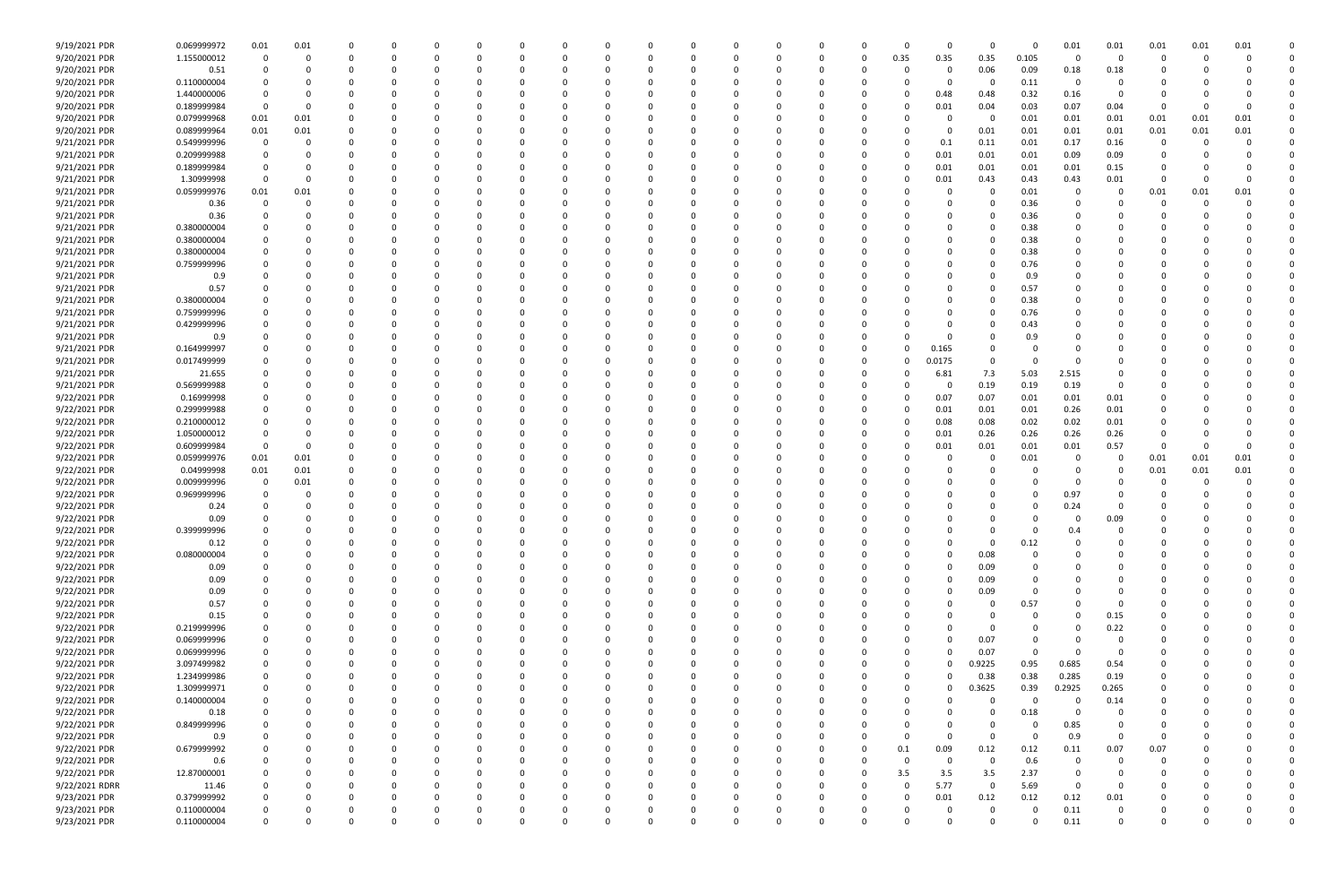| | | | | | | | | | | | | | | | | | | | | | | | | | | |
|---|---|---|---|---|---|---|---|---|---|---|---|---|---|---|---|---|---|---|---|---|---|---|---|---|---|---|
| 9/19/2021 PDR | 0.069999972 | 0.01 | 0.01 | 0 | 0 | 0 | 0 | 0 | 0 | 0 | 0 | 0 | 0 | 0 | 0 | 0 | 0 | 0 | 0 | 0 | 0.01 | 0.01 | 0.01 | 0.01 | 0.01 | 0 |
| 9/20/2021 PDR | 1.155000012 | 0 | 0 | 0 | 0 | 0 | 0 | 0 | 0 | 0 | 0 | 0 | 0 | 0 | 0 | 0 | 0.35 | 0.35 | 0.35 | 0.105 | 0 | 0 | 0 | 0 | 0 | 0 |
| 9/20/2021 PDR | 0.51 | 0 | 0 | 0 | 0 | 0 | 0 | 0 | 0 | 0 | 0 | 0 | 0 | 0 | 0 | 0 | 0 | 0 | 0.06 | 0.09 | 0.18 | 0.18 | 0 | 0 | 0 | 0 |
| 9/20/2021 PDR | 0.110000004 | 0 | 0 | 0 | 0 | 0 | 0 | 0 | 0 | 0 | 0 | 0 | 0 | 0 | 0 | 0 | 0 | 0 | 0 | 0.11 | 0 | 0 | 0 | 0 | 0 | 0 |
| 9/20/2021 PDR | 1.440000006 | 0 | 0 | 0 | 0 | 0 | 0 | 0 | 0 | 0 | 0 | 0 | 0 | 0 | 0 | 0 | 0 | 0.48 | 0.48 | 0.32 | 0.16 | 0 | 0 | 0 | 0 | 0 |
| 9/20/2021 PDR | 0.189999984 | 0 | 0 | 0 | 0 | 0 | 0 | 0 | 0 | 0 | 0 | 0 | 0 | 0 | 0 | 0 | 0 | 0.01 | 0.04 | 0.03 | 0.07 | 0.04 | 0 | 0 | 0 | 0 |
| 9/20/2021 PDR | 0.079999968 | 0.01 | 0.01 | 0 | 0 | 0 | 0 | 0 | 0 | 0 | 0 | 0 | 0 | 0 | 0 | 0 | 0 | 0 | 0 | 0.01 | 0.01 | 0.01 | 0.01 | 0.01 | 0.01 | 0 |
| 9/20/2021 PDR | 0.089999964 | 0.01 | 0.01 | 0 | 0 | 0 | 0 | 0 | 0 | 0 | 0 | 0 | 0 | 0 | 0 | 0 | 0 | 0 | 0.01 | 0.01 | 0.01 | 0.01 | 0.01 | 0.01 | 0.01 | 0 |
| 9/21/2021 PDR | 0.549999996 | 0 | 0 | 0 | 0 | 0 | 0 | 0 | 0 | 0 | 0 | 0 | 0 | 0 | 0 | 0 | 0 | 0.1 | 0.11 | 0.01 | 0.17 | 0.16 | 0 | 0 | 0 | 0 |
| 9/21/2021 PDR | 0.209999988 | 0 | 0 | 0 | 0 | 0 | 0 | 0 | 0 | 0 | 0 | 0 | 0 | 0 | 0 | 0 | 0 | 0.01 | 0.01 | 0.01 | 0.09 | 0.09 | 0 | 0 | 0 | 0 |
| 9/21/2021 PDR | 0.189999984 | 0 | 0 | 0 | 0 | 0 | 0 | 0 | 0 | 0 | 0 | 0 | 0 | 0 | 0 | 0 | 0 | 0.01 | 0.01 | 0.01 | 0.01 | 0.15 | 0 | 0 | 0 | 0 |
| 9/21/2021 PDR | 1.30999998 | 0 | 0 | 0 | 0 | 0 | 0 | 0 | 0 | 0 | 0 | 0 | 0 | 0 | 0 | 0 | 0 | 0.01 | 0.43 | 0.43 | 0.43 | 0.01 | 0 | 0 | 0 | 0 |
| 9/21/2021 PDR | 0.059999976 | 0.01 | 0.01 | 0 | 0 | 0 | 0 | 0 | 0 | 0 | 0 | 0 | 0 | 0 | 0 | 0 | 0 | 0 | 0 | 0.01 | 0 | 0 | 0.01 | 0.01 | 0.01 | 0 |
| 9/21/2021 PDR | 0.36 | 0 | 0 | 0 | 0 | 0 | 0 | 0 | 0 | 0 | 0 | 0 | 0 | 0 | 0 | 0 | 0 | 0 | 0 | 0.36 | 0 | 0 | 0 | 0 | 0 | 0 |
| 9/21/2021 PDR | 0.36 | 0 | 0 | 0 | 0 | 0 | 0 | 0 | 0 | 0 | 0 | 0 | 0 | 0 | 0 | 0 | 0 | 0 | 0 | 0.36 | 0 | 0 | 0 | 0 | 0 | 0 |
| 9/21/2021 PDR | 0.380000004 | 0 | 0 | 0 | 0 | 0 | 0 | 0 | 0 | 0 | 0 | 0 | 0 | 0 | 0 | 0 | 0 | 0 | 0 | 0.38 | 0 | 0 | 0 | 0 | 0 | 0 |
| 9/21/2021 PDR | 0.380000004 | 0 | 0 | 0 | 0 | 0 | 0 | 0 | 0 | 0 | 0 | 0 | 0 | 0 | 0 | 0 | 0 | 0 | 0 | 0.38 | 0 | 0 | 0 | 0 | 0 | 0 |
| 9/21/2021 PDR | 0.380000004 | 0 | 0 | 0 | 0 | 0 | 0 | 0 | 0 | 0 | 0 | 0 | 0 | 0 | 0 | 0 | 0 | 0 | 0 | 0.38 | 0 | 0 | 0 | 0 | 0 | 0 |
| 9/21/2021 PDR | 0.759999996 | 0 | 0 | 0 | 0 | 0 | 0 | 0 | 0 | 0 | 0 | 0 | 0 | 0 | 0 | 0 | 0 | 0 | 0 | 0.76 | 0 | 0 | 0 | 0 | 0 | 0 |
| 9/21/2021 PDR | 0.9 | 0 | 0 | 0 | 0 | 0 | 0 | 0 | 0 | 0 | 0 | 0 | 0 | 0 | 0 | 0 | 0 | 0 | 0 | 0.9 | 0 | 0 | 0 | 0 | 0 | 0 |
| 9/21/2021 PDR | 0.57 | 0 | 0 | 0 | 0 | 0 | 0 | 0 | 0 | 0 | 0 | 0 | 0 | 0 | 0 | 0 | 0 | 0 | 0 | 0.57 | 0 | 0 | 0 | 0 | 0 | 0 |
| 9/21/2021 PDR | 0.380000004 | 0 | 0 | 0 | 0 | 0 | 0 | 0 | 0 | 0 | 0 | 0 | 0 | 0 | 0 | 0 | 0 | 0 | 0 | 0.38 | 0 | 0 | 0 | 0 | 0 | 0 |
| 9/21/2021 PDR | 0.759999996 | 0 | 0 | 0 | 0 | 0 | 0 | 0 | 0 | 0 | 0 | 0 | 0 | 0 | 0 | 0 | 0 | 0 | 0 | 0.76 | 0 | 0 | 0 | 0 | 0 | 0 |
| 9/21/2021 PDR | 0.429999996 | 0 | 0 | 0 | 0 | 0 | 0 | 0 | 0 | 0 | 0 | 0 | 0 | 0 | 0 | 0 | 0 | 0 | 0 | 0.43 | 0 | 0 | 0 | 0 | 0 | 0 |
| 9/21/2021 PDR | 0.9 | 0 | 0 | 0 | 0 | 0 | 0 | 0 | 0 | 0 | 0 | 0 | 0 | 0 | 0 | 0 | 0 | 0 | 0 | 0.9 | 0 | 0 | 0 | 0 | 0 | 0 |
| 9/21/2021 PDR | 0.164999997 | 0 | 0 | 0 | 0 | 0 | 0 | 0 | 0 | 0 | 0 | 0 | 0 | 0 | 0 | 0 | 0 | 0.165 | 0 | 0 | 0 | 0 | 0 | 0 | 0 | 0 |
| 9/21/2021 PDR | 0.017499999 | 0 | 0 | 0 | 0 | 0 | 0 | 0 | 0 | 0 | 0 | 0 | 0 | 0 | 0 | 0 | 0 | 0.0175 | 0 | 0 | 0 | 0 | 0 | 0 | 0 | 0 |
| 9/21/2021 PDR | 21.655 | 0 | 0 | 0 | 0 | 0 | 0 | 0 | 0 | 0 | 0 | 0 | 0 | 0 | 0 | 0 | 0 | 6.81 | 7.3 | 5.03 | 2.515 | 0 | 0 | 0 | 0 | 0 |
| 9/21/2021 PDR | 0.569999988 | 0 | 0 | 0 | 0 | 0 | 0 | 0 | 0 | 0 | 0 | 0 | 0 | 0 | 0 | 0 | 0 | 0 | 0.19 | 0.19 | 0.19 | 0 | 0 | 0 | 0 | 0 |
| 9/22/2021 PDR | 0.16999998 | 0 | 0 | 0 | 0 | 0 | 0 | 0 | 0 | 0 | 0 | 0 | 0 | 0 | 0 | 0 | 0 | 0.07 | 0.07 | 0.01 | 0.01 | 0.01 | 0 | 0 | 0 | 0 |
| 9/22/2021 PDR | 0.299999988 | 0 | 0 | 0 | 0 | 0 | 0 | 0 | 0 | 0 | 0 | 0 | 0 | 0 | 0 | 0 | 0 | 0.01 | 0.01 | 0.01 | 0.26 | 0.01 | 0 | 0 | 0 | 0 |
| 9/22/2021 PDR | 0.210000012 | 0 | 0 | 0 | 0 | 0 | 0 | 0 | 0 | 0 | 0 | 0 | 0 | 0 | 0 | 0 | 0 | 0.08 | 0.08 | 0.02 | 0.02 | 0.01 | 0 | 0 | 0 | 0 |
| 9/22/2021 PDR | 1.050000012 | 0 | 0 | 0 | 0 | 0 | 0 | 0 | 0 | 0 | 0 | 0 | 0 | 0 | 0 | 0 | 0 | 0.01 | 0.26 | 0.26 | 0.26 | 0.26 | 0 | 0 | 0 | 0 |
| 9/22/2021 PDR | 0.609999984 | 0 | 0 | 0 | 0 | 0 | 0 | 0 | 0 | 0 | 0 | 0 | 0 | 0 | 0 | 0 | 0 | 0.01 | 0.01 | 0.01 | 0.01 | 0.57 | 0 | 0 | 0 | 0 |
| 9/22/2021 PDR | 0.059999976 | 0.01 | 0.01 | 0 | 0 | 0 | 0 | 0 | 0 | 0 | 0 | 0 | 0 | 0 | 0 | 0 | 0 | 0 | 0 | 0.01 | 0 | 0 | 0.01 | 0.01 | 0.01 | 0 |
| 9/22/2021 PDR | 0.04999998 | 0.01 | 0.01 | 0 | 0 | 0 | 0 | 0 | 0 | 0 | 0 | 0 | 0 | 0 | 0 | 0 | 0 | 0 | 0 | 0 | 0 | 0 | 0.01 | 0.01 | 0.01 | 0 |
| 9/22/2021 PDR | 0.009999996 | 0 | 0.01 | 0 | 0 | 0 | 0 | 0 | 0 | 0 | 0 | 0 | 0 | 0 | 0 | 0 | 0 | 0 | 0 | 0 | 0 | 0 | 0 | 0 | 0 | 0 |
| 9/22/2021 PDR | 0.969999996 | 0 | 0 | 0 | 0 | 0 | 0 | 0 | 0 | 0 | 0 | 0 | 0 | 0 | 0 | 0 | 0 | 0 | 0 | 0 | 0.97 | 0 | 0 | 0 | 0 | 0 |
| 9/22/2021 PDR | 0.24 | 0 | 0 | 0 | 0 | 0 | 0 | 0 | 0 | 0 | 0 | 0 | 0 | 0 | 0 | 0 | 0 | 0 | 0 | 0 | 0.24 | 0 | 0 | 0 | 0 | 0 |
| 9/22/2021 PDR | 0.09 | 0 | 0 | 0 | 0 | 0 | 0 | 0 | 0 | 0 | 0 | 0 | 0 | 0 | 0 | 0 | 0 | 0 | 0 | 0 | 0 | 0.09 | 0 | 0 | 0 | 0 |
| 9/22/2021 PDR | 0.399999996 | 0 | 0 | 0 | 0 | 0 | 0 | 0 | 0 | 0 | 0 | 0 | 0 | 0 | 0 | 0 | 0 | 0 | 0 | 0 | 0.4 | 0 | 0 | 0 | 0 | 0 |
| 9/22/2021 PDR | 0.12 | 0 | 0 | 0 | 0 | 0 | 0 | 0 | 0 | 0 | 0 | 0 | 0 | 0 | 0 | 0 | 0 | 0 | 0 | 0.12 | 0 | 0 | 0 | 0 | 0 | 0 |
| 9/22/2021 PDR | 0.080000004 | 0 | 0 | 0 | 0 | 0 | 0 | 0 | 0 | 0 | 0 | 0 | 0 | 0 | 0 | 0 | 0 | 0 | 0.08 | 0 | 0 | 0 | 0 | 0 | 0 | 0 |
| 9/22/2021 PDR | 0.09 | 0 | 0 | 0 | 0 | 0 | 0 | 0 | 0 | 0 | 0 | 0 | 0 | 0 | 0 | 0 | 0 | 0 | 0.09 | 0 | 0 | 0 | 0 | 0 | 0 | 0 |
| 9/22/2021 PDR | 0.09 | 0 | 0 | 0 | 0 | 0 | 0 | 0 | 0 | 0 | 0 | 0 | 0 | 0 | 0 | 0 | 0 | 0 | 0.09 | 0 | 0 | 0 | 0 | 0 | 0 | 0 |
| 9/22/2021 PDR | 0.09 | 0 | 0 | 0 | 0 | 0 | 0 | 0 | 0 | 0 | 0 | 0 | 0 | 0 | 0 | 0 | 0 | 0 | 0.09 | 0 | 0 | 0 | 0 | 0 | 0 | 0 |
| 9/22/2021 PDR | 0.57 | 0 | 0 | 0 | 0 | 0 | 0 | 0 | 0 | 0 | 0 | 0 | 0 | 0 | 0 | 0 | 0 | 0 | 0 | 0.57 | 0 | 0 | 0 | 0 | 0 | 0 |
| 9/22/2021 PDR | 0.15 | 0 | 0 | 0 | 0 | 0 | 0 | 0 | 0 | 0 | 0 | 0 | 0 | 0 | 0 | 0 | 0 | 0 | 0 | 0 | 0 | 0.15 | 0 | 0 | 0 | 0 |
| 9/22/2021 PDR | 0.219999996 | 0 | 0 | 0 | 0 | 0 | 0 | 0 | 0 | 0 | 0 | 0 | 0 | 0 | 0 | 0 | 0 | 0 | 0 | 0 | 0 | 0.22 | 0 | 0 | 0 | 0 |
| 9/22/2021 PDR | 0.069999996 | 0 | 0 | 0 | 0 | 0 | 0 | 0 | 0 | 0 | 0 | 0 | 0 | 0 | 0 | 0 | 0 | 0 | 0.07 | 0 | 0 | 0 | 0 | 0 | 0 | 0 |
| 9/22/2021 PDR | 0.069999996 | 0 | 0 | 0 | 0 | 0 | 0 | 0 | 0 | 0 | 0 | 0 | 0 | 0 | 0 | 0 | 0 | 0 | 0.07 | 0 | 0 | 0 | 0 | 0 | 0 | 0 |
| 9/22/2021 PDR | 3.097499982 | 0 | 0 | 0 | 0 | 0 | 0 | 0 | 0 | 0 | 0 | 0 | 0 | 0 | 0 | 0 | 0 | 0 | 0.9225 | 0.95 | 0.685 | 0.54 | 0 | 0 | 0 | 0 |
| 9/22/2021 PDR | 1.234999986 | 0 | 0 | 0 | 0 | 0 | 0 | 0 | 0 | 0 | 0 | 0 | 0 | 0 | 0 | 0 | 0 | 0 | 0.38 | 0.38 | 0.285 | 0.19 | 0 | 0 | 0 | 0 |
| 9/22/2021 PDR | 1.309999971 | 0 | 0 | 0 | 0 | 0 | 0 | 0 | 0 | 0 | 0 | 0 | 0 | 0 | 0 | 0 | 0 | 0 | 0.3625 | 0.39 | 0.2925 | 0.265 | 0 | 0 | 0 | 0 |
| 9/22/2021 PDR | 0.140000004 | 0 | 0 | 0 | 0 | 0 | 0 | 0 | 0 | 0 | 0 | 0 | 0 | 0 | 0 | 0 | 0 | 0 | 0 | 0 | 0 | 0.14 | 0 | 0 | 0 | 0 |
| 9/22/2021 PDR | 0.18 | 0 | 0 | 0 | 0 | 0 | 0 | 0 | 0 | 0 | 0 | 0 | 0 | 0 | 0 | 0 | 0 | 0 | 0 | 0.18 | 0 | 0 | 0 | 0 | 0 | 0 |
| 9/22/2021 PDR | 0.849999996 | 0 | 0 | 0 | 0 | 0 | 0 | 0 | 0 | 0 | 0 | 0 | 0 | 0 | 0 | 0 | 0 | 0 | 0 | 0 | 0.85 | 0 | 0 | 0 | 0 | 0 |
| 9/22/2021 PDR | 0.9 | 0 | 0 | 0 | 0 | 0 | 0 | 0 | 0 | 0 | 0 | 0 | 0 | 0 | 0 | 0 | 0 | 0 | 0 | 0 | 0.9 | 0 | 0 | 0 | 0 | 0 |
| 9/22/2021 PDR | 0.679999992 | 0 | 0 | 0 | 0 | 0 | 0 | 0 | 0 | 0 | 0 | 0 | 0 | 0 | 0 | 0 | 0.1 | 0.09 | 0.12 | 0.12 | 0.11 | 0.07 | 0.07 | 0 | 0 | 0 |
| 9/22/2021 PDR | 0.6 | 0 | 0 | 0 | 0 | 0 | 0 | 0 | 0 | 0 | 0 | 0 | 0 | 0 | 0 | 0 | 0 | 0 | 0 | 0.6 | 0 | 0 | 0 | 0 | 0 | 0 |
| 9/22/2021 PDR | 12.87000001 | 0 | 0 | 0 | 0 | 0 | 0 | 0 | 0 | 0 | 0 | 0 | 0 | 0 | 0 | 0 | 3.5 | 3.5 | 3.5 | 2.37 | 0 | 0 | 0 | 0 | 0 | 0 |
| 9/22/2021 RDRR | 11.46 | 0 | 0 | 0 | 0 | 0 | 0 | 0 | 0 | 0 | 0 | 0 | 0 | 0 | 0 | 0 | 0 | 5.77 | 0 | 5.69 | 0 | 0 | 0 | 0 | 0 | 0 |
| 9/23/2021 PDR | 0.379999992 | 0 | 0 | 0 | 0 | 0 | 0 | 0 | 0 | 0 | 0 | 0 | 0 | 0 | 0 | 0 | 0 | 0.01 | 0.12 | 0.12 | 0.12 | 0.01 | 0 | 0 | 0 | 0 |
| 9/23/2021 PDR | 0.110000004 | 0 | 0 | 0 | 0 | 0 | 0 | 0 | 0 | 0 | 0 | 0 | 0 | 0 | 0 | 0 | 0 | 0 | 0 | 0 | 0.11 | 0 | 0 | 0 | 0 | 0 |
| 9/23/2021 PDR | 0.110000004 | 0 | 0 | 0 | 0 | 0 | 0 | 0 | 0 | 0 | 0 | 0 | 0 | 0 | 0 | 0 | 0 | 0 | 0 | 0 | 0.11 | 0 | 0 | 0 | 0 | 0 |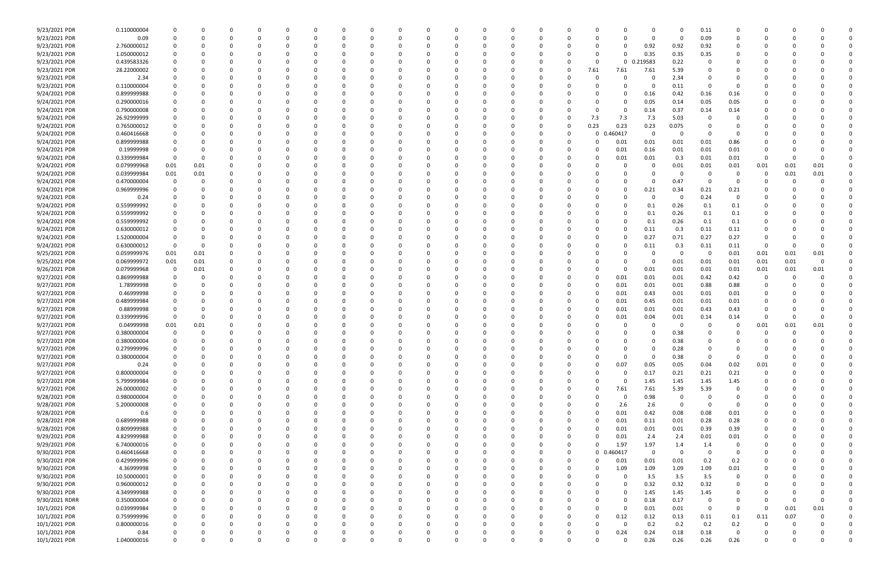| | | | | | | | | | | | | | | | | | | | | | | | | | | | | | | | | | | |
|---|---|---|---|---|---|---|---|---|---|---|---|---|---|---|---|---|---|---|---|---|---|---|---|---|---|---|---|---|---|---|---|---|---|---|
| 9/23/2021 PDR | 0.110000004 | 0 | 0 | 0 | 0 | 0 | 0 | 0 | 0 | 0 | 0 | 0 | 0 | 0 | 0 | 0 | 0 | 0 | 0 | 0 | 0 | 0 | 0 | 0 | 0 | 0 | 0 | 0.11 | 0 | 0 | 0 | 0 | 0 | 0 |
| 9/23/2021 PDR | 0.09 | 0 | 0 | 0 | 0 | 0 | 0 | 0 | 0 | 0 | 0 | 0 | 0 | 0 | 0 | 0 | 0 | 0 | 0 | 0 | 0 | 0 | 0 | 0 | 0 | 0 | 0 | 0.09 | 0 | 0 | 0 | 0 | 0 | 0 |
| 9/23/2021 PDR | 2.760000012 | 0 | 0 | 0 | 0 | 0 | 0 | 0 | 0 | 0 | 0 | 0 | 0 | 0 | 0 | 0 | 0 | 0 | 0 | 0 | 0 | 0 | 0 | 0 | 0 | 0.92 | 0.92 | 0.92 | 0 | 0 | 0 | 0 | 0 | 0 |
| 9/23/2021 PDR | 1.050000012 | 0 | 0 | 0 | 0 | 0 | 0 | 0 | 0 | 0 | 0 | 0 | 0 | 0 | 0 | 0 | 0 | 0 | 0 | 0 | 0 | 0 | 0 | 0 | 0 | 0.35 | 0.35 | 0.35 | 0 | 0 | 0 | 0 | 0 | 0 |
| 9/23/2021 PDR | 0.439583326 | 0 | 0 | 0 | 0 | 0 | 0 | 0 | 0 | 0 | 0 | 0 | 0 | 0 | 0 | 0 | 0 | 0 | 0 | 0 | 0 | 0 | 0 | 0 | 0 | 0.219583 | 0.22 | 0 | 0 | 0 | 0 | 0 | 0 | 0 |
| 9/23/2021 PDR | 28.22000002 | 0 | 0 | 0 | 0 | 0 | 0 | 0 | 0 | 0 | 0 | 0 | 0 | 0 | 0 | 0 | 0 | 0 | 0 | 0 | 0 | 0 | 0 | 7.61 | 7.61 | 7.61 | 5.39 | 0 | 0 | 0 | 0 | 0 | 0 | 0 |
| 9/23/2021 PDR | 2.34 | 0 | 0 | 0 | 0 | 0 | 0 | 0 | 0 | 0 | 0 | 0 | 0 | 0 | 0 | 0 | 0 | 0 | 0 | 0 | 0 | 0 | 0 | 0 | 0 | 0 | 2.34 | 0 | 0 | 0 | 0 | 0 | 0 | 0 |
| 9/23/2021 PDR | 0.110000004 | 0 | 0 | 0 | 0 | 0 | 0 | 0 | 0 | 0 | 0 | 0 | 0 | 0 | 0 | 0 | 0 | 0 | 0 | 0 | 0 | 0 | 0 | 0 | 0 | 0 | 0.11 | 0 | 0 | 0 | 0 | 0 | 0 | 0 |
| 9/24/2021 PDR | 0.899999988 | 0 | 0 | 0 | 0 | 0 | 0 | 0 | 0 | 0 | 0 | 0 | 0 | 0 | 0 | 0 | 0 | 0 | 0 | 0 | 0 | 0 | 0 | 0 | 0 | 0.16 | 0.42 | 0.16 | 0.16 | 0 | 0 | 0 | 0 | 0 |
| 9/24/2021 PDR | 0.290000016 | 0 | 0 | 0 | 0 | 0 | 0 | 0 | 0 | 0 | 0 | 0 | 0 | 0 | 0 | 0 | 0 | 0 | 0 | 0 | 0 | 0 | 0 | 0 | 0 | 0.05 | 0.14 | 0.05 | 0.05 | 0 | 0 | 0 | 0 | 0 |
| 9/24/2021 PDR | 0.790000008 | 0 | 0 | 0 | 0 | 0 | 0 | 0 | 0 | 0 | 0 | 0 | 0 | 0 | 0 | 0 | 0 | 0 | 0 | 0 | 0 | 0 | 0 | 0 | 0 | 0.14 | 0.37 | 0.14 | 0.14 | 0 | 0 | 0 | 0 | 0 |
| 9/24/2021 PDR | 26.92999999 | 0 | 0 | 0 | 0 | 0 | 0 | 0 | 0 | 0 | 0 | 0 | 0 | 0 | 0 | 0 | 0 | 0 | 0 | 0 | 0 | 0 | 0 | 7.3 | 7.3 | 7.3 | 5.03 | 0 | 0 | 0 | 0 | 0 | 0 | 0 |
| 9/24/2021 PDR | 0.765000012 | 0 | 0 | 0 | 0 | 0 | 0 | 0 | 0 | 0 | 0 | 0 | 0 | 0 | 0 | 0 | 0 | 0 | 0 | 0 | 0 | 0 | 0 | 0.23 | 0.23 | 0.23 | 0.075 | 0 | 0 | 0 | 0 | 0 | 0 | 0 |
| 9/24/2021 PDR | 0.460416668 | 0 | 0 | 0 | 0 | 0 | 0 | 0 | 0 | 0 | 0 | 0 | 0 | 0 | 0 | 0 | 0 | 0 | 0 | 0 | 0 | 0 | 0 | 0 | 0.460417 | 0 | 0 | 0 | 0 | 0 | 0 | 0 | 0 | 0 |
| 9/24/2021 PDR | 0.899999988 | 0 | 0 | 0 | 0 | 0 | 0 | 0 | 0 | 0 | 0 | 0 | 0 | 0 | 0 | 0 | 0 | 0 | 0 | 0 | 0 | 0 | 0 | 0 | 0.01 | 0.01 | 0.01 | 0.01 | 0.86 | 0 | 0 | 0 | 0 | 0 |
| 9/24/2021 PDR | 0.19999998 | 0 | 0 | 0 | 0 | 0 | 0 | 0 | 0 | 0 | 0 | 0 | 0 | 0 | 0 | 0 | 0 | 0 | 0 | 0 | 0 | 0 | 0 | 0 | 0.01 | 0.16 | 0.01 | 0.01 | 0.01 | 0 | 0 | 0 | 0 | 0 |
| 9/24/2021 PDR | 0.339999984 | 0 | 0 | 0 | 0 | 0 | 0 | 0 | 0 | 0 | 0 | 0 | 0 | 0 | 0 | 0 | 0 | 0 | 0 | 0 | 0 | 0 | 0 | 0 | 0.01 | 0.01 | 0.3 | 0.01 | 0.01 | 0 | 0 | 0 | 0 | 0 |
| 9/24/2021 PDR | 0.079999968 | 0.01 | 0.01 | 0 | 0 | 0 | 0 | 0 | 0 | 0 | 0 | 0 | 0 | 0 | 0 | 0 | 0 | 0 | 0 | 0 | 0 | 0 | 0 | 0 | 0 | 0 | 0 | 0.01 | 0.01 | 0.01 | 0.01 | 0.01 | 0.01 | 0 |
| 9/24/2021 PDR | 0.039999984 | 0.01 | 0.01 | 0 | 0 | 0 | 0 | 0 | 0 | 0 | 0 | 0 | 0 | 0 | 0 | 0 | 0 | 0 | 0 | 0 | 0 | 0 | 0 | 0 | 0 | 0 | 0 | 0 | 0 | 0 | 0 | 0.01 | 0.01 | 0 |
| 9/24/2021 PDR | 0.470000004 | 0 | 0 | 0 | 0 | 0 | 0 | 0 | 0 | 0 | 0 | 0 | 0 | 0 | 0 | 0 | 0 | 0 | 0 | 0 | 0 | 0 | 0 | 0 | 0 | 0 | 0.47 | 0 | 0 | 0 | 0 | 0 | 0 | 0 |
| 9/24/2021 PDR | 0.969999996 | 0 | 0 | 0 | 0 | 0 | 0 | 0 | 0 | 0 | 0 | 0 | 0 | 0 | 0 | 0 | 0 | 0 | 0 | 0 | 0 | 0 | 0 | 0 | 0 | 0.21 | 0.34 | 0.21 | 0.21 | 0 | 0 | 0 | 0 | 0 |
| 9/24/2021 PDR | 0.24 | 0 | 0 | 0 | 0 | 0 | 0 | 0 | 0 | 0 | 0 | 0 | 0 | 0 | 0 | 0 | 0 | 0 | 0 | 0 | 0 | 0 | 0 | 0 | 0 | 0 | 0 | 0.24 | 0 | 0 | 0 | 0 | 0 | 0 |
| 9/24/2021 PDR | 0.559999992 | 0 | 0 | 0 | 0 | 0 | 0 | 0 | 0 | 0 | 0 | 0 | 0 | 0 | 0 | 0 | 0 | 0 | 0 | 0 | 0 | 0 | 0 | 0 | 0 | 0.1 | 0.26 | 0.1 | 0.1 | 0 | 0 | 0 | 0 | 0 |
| 9/24/2021 PDR | 0.559999992 | 0 | 0 | 0 | 0 | 0 | 0 | 0 | 0 | 0 | 0 | 0 | 0 | 0 | 0 | 0 | 0 | 0 | 0 | 0 | 0 | 0 | 0 | 0 | 0 | 0.1 | 0.26 | 0.1 | 0.1 | 0 | 0 | 0 | 0 | 0 |
| 9/24/2021 PDR | 0.559999992 | 0 | 0 | 0 | 0 | 0 | 0 | 0 | 0 | 0 | 0 | 0 | 0 | 0 | 0 | 0 | 0 | 0 | 0 | 0 | 0 | 0 | 0 | 0 | 0 | 0.1 | 0.26 | 0.1 | 0.1 | 0 | 0 | 0 | 0 | 0 |
| 9/24/2021 PDR | 0.630000012 | 0 | 0 | 0 | 0 | 0 | 0 | 0 | 0 | 0 | 0 | 0 | 0 | 0 | 0 | 0 | 0 | 0 | 0 | 0 | 0 | 0 | 0 | 0 | 0 | 0.11 | 0.3 | 0.11 | 0.11 | 0 | 0 | 0 | 0 | 0 |
| 9/24/2021 PDR | 1.520000004 | 0 | 0 | 0 | 0 | 0 | 0 | 0 | 0 | 0 | 0 | 0 | 0 | 0 | 0 | 0 | 0 | 0 | 0 | 0 | 0 | 0 | 0 | 0 | 0 | 0.27 | 0.71 | 0.27 | 0.27 | 0 | 0 | 0 | 0 | 0 |
| 9/24/2021 PDR | 0.630000012 | 0 | 0 | 0 | 0 | 0 | 0 | 0 | 0 | 0 | 0 | 0 | 0 | 0 | 0 | 0 | 0 | 0 | 0 | 0 | 0 | 0 | 0 | 0 | 0 | 0.11 | 0.3 | 0.11 | 0.11 | 0 | 0 | 0 | 0 | 0 |
| 9/25/2021 PDR | 0.059999976 | 0.01 | 0.01 | 0 | 0 | 0 | 0 | 0 | 0 | 0 | 0 | 0 | 0 | 0 | 0 | 0 | 0 | 0 | 0 | 0 | 0 | 0 | 0 | 0 | 0 | 0 | 0 | 0 | 0 | 0.01 | 0.01 | 0.01 | 0.01 | 0 |
| 9/25/2021 PDR | 0.069999972 | 0.01 | 0.01 | 0 | 0 | 0 | 0 | 0 | 0 | 0 | 0 | 0 | 0 | 0 | 0 | 0 | 0 | 0 | 0 | 0 | 0 | 0 | 0 | 0 | 0 | 0 | 0 | 0.01 | 0.01 | 0.01 | 0.01 | 0.01 | 0 | 0 |
| 9/26/2021 PDR | 0.079999968 | 0 | 0.01 | 0 | 0 | 0 | 0 | 0 | 0 | 0 | 0 | 0 | 0 | 0 | 0 | 0 | 0 | 0 | 0 | 0 | 0 | 0 | 0 | 0 | 0 | 0 | 0.01 | 0.01 | 0.01 | 0.01 | 0.01 | 0.01 | 0.01 | 0 |
| 9/27/2021 PDR | 0.869999988 | 0 | 0 | 0 | 0 | 0 | 0 | 0 | 0 | 0 | 0 | 0 | 0 | 0 | 0 | 0 | 0 | 0 | 0 | 0 | 0 | 0 | 0 | 0 | 0.01 | 0.01 | 0.01 | 0.42 | 0.42 | 0 | 0 | 0 | 0 | 0 |
| 9/27/2021 PDR | 1.78999998 | 0 | 0 | 0 | 0 | 0 | 0 | 0 | 0 | 0 | 0 | 0 | 0 | 0 | 0 | 0 | 0 | 0 | 0 | 0 | 0 | 0 | 0 | 0 | 0.01 | 0.01 | 0.01 | 0.88 | 0.88 | 0 | 0 | 0 | 0 | 0 |
| 9/27/2021 PDR | 0.46999998 | 0 | 0 | 0 | 0 | 0 | 0 | 0 | 0 | 0 | 0 | 0 | 0 | 0 | 0 | 0 | 0 | 0 | 0 | 0 | 0 | 0 | 0 | 0 | 0.01 | 0.43 | 0.01 | 0.01 | 0.01 | 0 | 0 | 0 | 0 | 0 |
| 9/27/2021 PDR | 0.489999984 | 0 | 0 | 0 | 0 | 0 | 0 | 0 | 0 | 0 | 0 | 0 | 0 | 0 | 0 | 0 | 0 | 0 | 0 | 0 | 0 | 0 | 0 | 0 | 0.01 | 0.45 | 0.01 | 0.01 | 0.01 | 0 | 0 | 0 | 0 | 0 |
| 9/27/2021 PDR | 0.88999998 | 0 | 0 | 0 | 0 | 0 | 0 | 0 | 0 | 0 | 0 | 0 | 0 | 0 | 0 | 0 | 0 | 0 | 0 | 0 | 0 | 0 | 0 | 0 | 0.01 | 0.01 | 0.01 | 0.43 | 0.43 | 0 | 0 | 0 | 0 | 0 |
| 9/27/2021 PDR | 0.339999996 | 0 | 0 | 0 | 0 | 0 | 0 | 0 | 0 | 0 | 0 | 0 | 0 | 0 | 0 | 0 | 0 | 0 | 0 | 0 | 0 | 0 | 0 | 0 | 0.01 | 0.04 | 0.01 | 0.14 | 0.14 | 0 | 0 | 0 | 0 | 0 |
| 9/27/2021 PDR | 0.04999998 | 0.01 | 0.01 | 0 | 0 | 0 | 0 | 0 | 0 | 0 | 0 | 0 | 0 | 0 | 0 | 0 | 0 | 0 | 0 | 0 | 0 | 0 | 0 | 0 | 0 | 0 | 0 | 0 | 0 | 0 | 0.01 | 0.01 | 0.01 | 0 |
| 9/27/2021 PDR | 0.380000004 | 0 | 0 | 0 | 0 | 0 | 0 | 0 | 0 | 0 | 0 | 0 | 0 | 0 | 0 | 0 | 0 | 0 | 0 | 0 | 0 | 0 | 0 | 0 | 0 | 0 | 0.38 | 0 | 0 | 0 | 0 | 0 | 0 | 0 |
| 9/27/2021 PDR | 0.380000004 | 0 | 0 | 0 | 0 | 0 | 0 | 0 | 0 | 0 | 0 | 0 | 0 | 0 | 0 | 0 | 0 | 0 | 0 | 0 | 0 | 0 | 0 | 0 | 0 | 0 | 0.38 | 0 | 0 | 0 | 0 | 0 | 0 | 0 |
| 9/27/2021 PDR | 0.279999996 | 0 | 0 | 0 | 0 | 0 | 0 | 0 | 0 | 0 | 0 | 0 | 0 | 0 | 0 | 0 | 0 | 0 | 0 | 0 | 0 | 0 | 0 | 0 | 0 | 0 | 0.28 | 0 | 0 | 0 | 0 | 0 | 0 | 0 |
| 9/27/2021 PDR | 0.380000004 | 0 | 0 | 0 | 0 | 0 | 0 | 0 | 0 | 0 | 0 | 0 | 0 | 0 | 0 | 0 | 0 | 0 | 0 | 0 | 0 | 0 | 0 | 0 | 0 | 0 | 0.38 | 0 | 0 | 0 | 0 | 0 | 0 | 0 |
| 9/27/2021 PDR | 0.24 | 0 | 0 | 0 | 0 | 0 | 0 | 0 | 0 | 0 | 0 | 0 | 0 | 0 | 0 | 0 | 0 | 0 | 0 | 0 | 0 | 0 | 0 | 0 | 0.07 | 0.05 | 0.05 | 0.04 | 0.02 | 0.01 | 0 | 0 | 0 | 0 |
| 9/27/2021 PDR | 0.800000004 | 0 | 0 | 0 | 0 | 0 | 0 | 0 | 0 | 0 | 0 | 0 | 0 | 0 | 0 | 0 | 0 | 0 | 0 | 0 | 0 | 0 | 0 | 0 | 0 | 0.17 | 0.21 | 0.21 | 0.21 | 0 | 0 | 0 | 0 | 0 |
| 9/27/2021 PDR | 5.799999984 | 0 | 0 | 0 | 0 | 0 | 0 | 0 | 0 | 0 | 0 | 0 | 0 | 0 | 0 | 0 | 0 | 0 | 0 | 0 | 0 | 0 | 0 | 0 | 0 | 1.45 | 1.45 | 1.45 | 1.45 | 0 | 0 | 0 | 0 | 0 |
| 9/27/2021 PDR | 26.00000002 | 0 | 0 | 0 | 0 | 0 | 0 | 0 | 0 | 0 | 0 | 0 | 0 | 0 | 0 | 0 | 0 | 0 | 0 | 0 | 0 | 0 | 0 | 0 | 7.61 | 7.61 | 5.39 | 5.39 | 0 | 0 | 0 | 0 | 0 | 0 |
| 9/28/2021 PDR | 0.980000004 | 0 | 0 | 0 | 0 | 0 | 0 | 0 | 0 | 0 | 0 | 0 | 0 | 0 | 0 | 0 | 0 | 0 | 0 | 0 | 0 | 0 | 0 | 0 | 0 | 0.98 | 0 | 0 | 0 | 0 | 0 | 0 | 0 | 0 |
| 9/28/2021 PDR | 5.200000008 | 0 | 0 | 0 | 0 | 0 | 0 | 0 | 0 | 0 | 0 | 0 | 0 | 0 | 0 | 0 | 0 | 0 | 0 | 0 | 0 | 0 | 0 | 0 | 2.6 | 2.6 | 0 | 0 | 0 | 0 | 0 | 0 | 0 | 0 |
| 9/28/2021 PDR | 0.6 | 0 | 0 | 0 | 0 | 0 | 0 | 0 | 0 | 0 | 0 | 0 | 0 | 0 | 0 | 0 | 0 | 0 | 0 | 0 | 0 | 0 | 0 | 0 | 0.01 | 0.42 | 0.08 | 0.08 | 0.01 | 0 | 0 | 0 | 0 | 0 |
| 9/28/2021 PDR | 0.689999988 | 0 | 0 | 0 | 0 | 0 | 0 | 0 | 0 | 0 | 0 | 0 | 0 | 0 | 0 | 0 | 0 | 0 | 0 | 0 | 0 | 0 | 0 | 0 | 0.01 | 0.11 | 0.01 | 0.28 | 0.28 | 0 | 0 | 0 | 0 | 0 |
| 9/28/2021 PDR | 0.809999988 | 0 | 0 | 0 | 0 | 0 | 0 | 0 | 0 | 0 | 0 | 0 | 0 | 0 | 0 | 0 | 0 | 0 | 0 | 0 | 0 | 0 | 0 | 0 | 0.01 | 0.01 | 0.01 | 0.39 | 0.39 | 0 | 0 | 0 | 0 | 0 |
| 9/29/2021 PDR | 4.829999988 | 0 | 0 | 0 | 0 | 0 | 0 | 0 | 0 | 0 | 0 | 0 | 0 | 0 | 0 | 0 | 0 | 0 | 0 | 0 | 0 | 0 | 0 | 0 | 0.01 | 2.4 | 2.4 | 0.01 | 0.01 | 0 | 0 | 0 | 0 | 0 |
| 9/29/2021 PDR | 6.740000016 | 0 | 0 | 0 | 0 | 0 | 0 | 0 | 0 | 0 | 0 | 0 | 0 | 0 | 0 | 0 | 0 | 0 | 0 | 0 | 0 | 0 | 0 | 0 | 1.97 | 1.97 | 1.4 | 1.4 | 0 | 0 | 0 | 0 | 0 | 0 |
| 9/30/2021 PDR | 0.460416668 | 0 | 0 | 0 | 0 | 0 | 0 | 0 | 0 | 0 | 0 | 0 | 0 | 0 | 0 | 0 | 0 | 0 | 0 | 0 | 0 | 0 | 0 | 0 | 0.460417 | 0 | 0 | 0 | 0 | 0 | 0 | 0 | 0 | 0 |
| 9/30/2021 PDR | 0.429999996 | 0 | 0 | 0 | 0 | 0 | 0 | 0 | 0 | 0 | 0 | 0 | 0 | 0 | 0 | 0 | 0 | 0 | 0 | 0 | 0 | 0 | 0 | 0 | 0.01 | 0.01 | 0.01 | 0.2 | 0.2 | 0 | 0 | 0 | 0 | 0 |
| 9/30/2021 PDR | 4.36999998 | 0 | 0 | 0 | 0 | 0 | 0 | 0 | 0 | 0 | 0 | 0 | 0 | 0 | 0 | 0 | 0 | 0 | 0 | 0 | 0 | 0 | 0 | 0 | 1.09 | 1.09 | 1.09 | 1.09 | 0.01 | 0 | 0 | 0 | 0 | 0 |
| 9/30/2021 PDR | 10.50000001 | 0 | 0 | 0 | 0 | 0 | 0 | 0 | 0 | 0 | 0 | 0 | 0 | 0 | 0 | 0 | 0 | 0 | 0 | 0 | 0 | 0 | 0 | 0 | 0 | 3.5 | 3.5 | 3.5 | 0 | 0 | 0 | 0 | 0 | 0 |
| 9/30/2021 PDR | 0.960000012 | 0 | 0 | 0 | 0 | 0 | 0 | 0 | 0 | 0 | 0 | 0 | 0 | 0 | 0 | 0 | 0 | 0 | 0 | 0 | 0 | 0 | 0 | 0 | 0 | 0.32 | 0.32 | 0.32 | 0 | 0 | 0 | 0 | 0 | 0 |
| 9/30/2021 PDR | 4.349999988 | 0 | 0 | 0 | 0 | 0 | 0 | 0 | 0 | 0 | 0 | 0 | 0 | 0 | 0 | 0 | 0 | 0 | 0 | 0 | 0 | 0 | 0 | 0 | 0 | 1.45 | 1.45 | 1.45 | 0 | 0 | 0 | 0 | 0 | 0 |
| 9/30/2021 RDRR | 0.350000004 | 0 | 0 | 0 | 0 | 0 | 0 | 0 | 0 | 0 | 0 | 0 | 0 | 0 | 0 | 0 | 0 | 0 | 0 | 0 | 0 | 0 | 0 | 0 | 0 | 0.18 | 0.17 | 0 | 0 | 0 | 0 | 0 | 0 | 0 |
| 10/1/2021 PDR | 0.039999984 | 0 | 0 | 0 | 0 | 0 | 0 | 0 | 0 | 0 | 0 | 0 | 0 | 0 | 0 | 0 | 0 | 0 | 0 | 0 | 0 | 0 | 0 | 0 | 0 | 0.01 | 0.01 | 0 | 0 | 0 | 0 | 0.01 | 0.01 | 0 |
| 10/1/2021 PDR | 0.759999996 | 0 | 0 | 0 | 0 | 0 | 0 | 0 | 0 | 0 | 0 | 0 | 0 | 0 | 0 | 0 | 0 | 0 | 0 | 0 | 0 | 0 | 0 | 0 | 0.12 | 0.12 | 0.13 | 0.11 | 0.1 | 0.11 | 0.07 | 0 | 0 | 0 |
| 10/1/2021 PDR | 0.800000016 | 0 | 0 | 0 | 0 | 0 | 0 | 0 | 0 | 0 | 0 | 0 | 0 | 0 | 0 | 0 | 0 | 0 | 0 | 0 | 0 | 0 | 0 | 0 | 0 | 0.2 | 0.2 | 0.2 | 0.2 | 0 | 0 | 0 | 0 | 0 |
| 10/1/2021 PDR | 0.84 | 0 | 0 | 0 | 0 | 0 | 0 | 0 | 0 | 0 | 0 | 0 | 0 | 0 | 0 | 0 | 0 | 0 | 0 | 0 | 0 | 0 | 0 | 0 | 0.24 | 0.24 | 0.18 | 0.18 | 0 | 0 | 0 | 0 | 0 | 0 |
| 10/1/2021 PDR | 1.040000016 | 0 | 0 | 0 | 0 | 0 | 0 | 0 | 0 | 0 | 0 | 0 | 0 | 0 | 0 | 0 | 0 | 0 | 0 | 0 | 0 | 0 | 0 | 0 | 0 | 0.26 | 0.26 | 0.26 | 0.26 | 0 | 0 | 0 | 0 | 0 |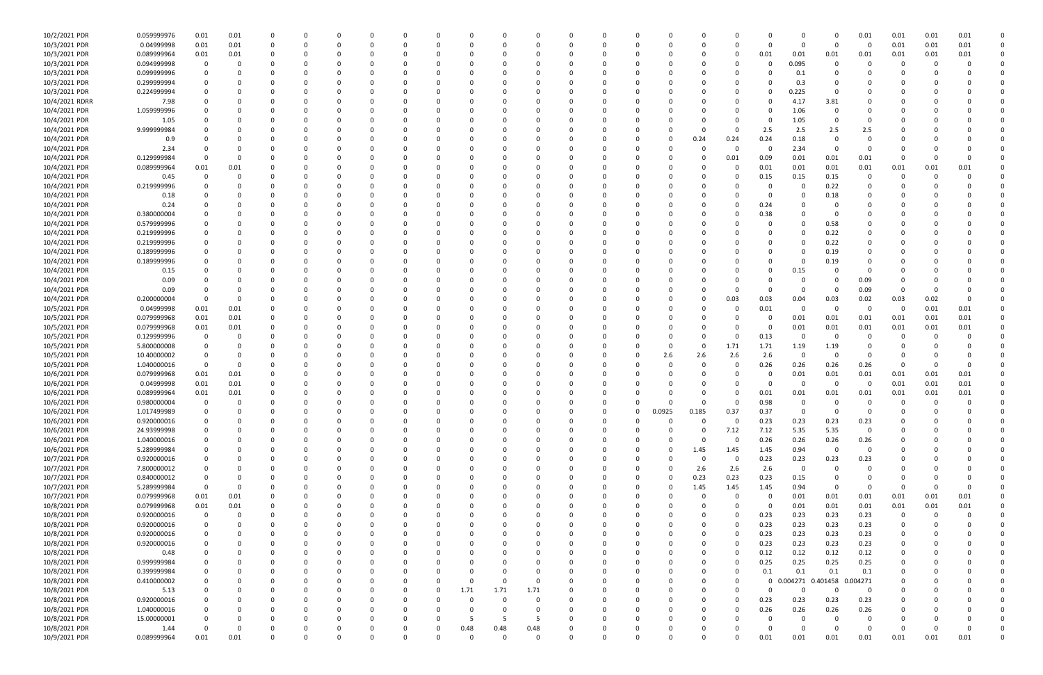| | | | | | | | | | | | | | | | | | | | | | | | | | | |
|---|---|---|---|---|---|---|---|---|---|---|---|---|---|---|---|---|---|---|---|---|---|---|---|---|---|---|
| 10/2/2021 PDR | 0.059999976 | 0.01 | 0.01 | 0 | 0 | 0 | 0 | 0 | 0 | 0 | 0 | 0 | 0 | 0 | 0 | 0 | 0 | 0 | 0 | 0 | 0 | 0.01 | 0.01 | 0.01 | 0.01 | 0 |
| 10/3/2021 PDR | 0.04999998 | 0.01 | 0.01 | 0 | 0 | 0 | 0 | 0 | 0 | 0 | 0 | 0 | 0 | 0 | 0 | 0 | 0 | 0 | 0 | 0 | 0 | 0 | 0.01 | 0.01 | 0.01 | 0 |
| 10/3/2021 PDR | 0.089999964 | 0.01 | 0.01 | 0 | 0 | 0 | 0 | 0 | 0 | 0 | 0 | 0 | 0 | 0 | 0 | 0 | 0 | 0 | 0.01 | 0.01 | 0.01 | 0.01 | 0.01 | 0.01 | 0.01 | 0 |
| 10/3/2021 PDR | 0.094999998 | 0 | 0 | 0 | 0 | 0 | 0 | 0 | 0 | 0 | 0 | 0 | 0 | 0 | 0 | 0 | 0 | 0 | 0 | 0.095 | 0 | 0 | 0 | 0 | 0 | 0 |
| 10/3/2021 PDR | 0.099999996 | 0 | 0 | 0 | 0 | 0 | 0 | 0 | 0 | 0 | 0 | 0 | 0 | 0 | 0 | 0 | 0 | 0 | 0 | 0.1 | 0 | 0 | 0 | 0 | 0 | 0 |
| 10/3/2021 PDR | 0.299999994 | 0 | 0 | 0 | 0 | 0 | 0 | 0 | 0 | 0 | 0 | 0 | 0 | 0 | 0 | 0 | 0 | 0 | 0 | 0.3 | 0 | 0 | 0 | 0 | 0 | 0 |
| 10/3/2021 PDR | 0.224999994 | 0 | 0 | 0 | 0 | 0 | 0 | 0 | 0 | 0 | 0 | 0 | 0 | 0 | 0 | 0 | 0 | 0 | 0 | 0.225 | 0 | 0 | 0 | 0 | 0 | 0 |
| 10/4/2021 RDRR | 7.98 | 0 | 0 | 0 | 0 | 0 | 0 | 0 | 0 | 0 | 0 | 0 | 0 | 0 | 0 | 0 | 0 | 0 | 0 | 4.17 | 3.81 | 0 | 0 | 0 | 0 | 0 |
| 10/4/2021 PDR | 1.059999996 | 0 | 0 | 0 | 0 | 0 | 0 | 0 | 0 | 0 | 0 | 0 | 0 | 0 | 0 | 0 | 0 | 0 | 0 | 1.06 | 0 | 0 | 0 | 0 | 0 | 0 |
| 10/4/2021 PDR | 1.05 | 0 | 0 | 0 | 0 | 0 | 0 | 0 | 0 | 0 | 0 | 0 | 0 | 0 | 0 | 0 | 0 | 0 | 0 | 1.05 | 0 | 0 | 0 | 0 | 0 | 0 |
| 10/4/2021 PDR | 9.999999984 | 0 | 0 | 0 | 0 | 0 | 0 | 0 | 0 | 0 | 0 | 0 | 0 | 0 | 0 | 0 | 0 | 0 | 2.5 | 2.5 | 2.5 | 2.5 | 0 | 0 | 0 | 0 |
| 10/4/2021 PDR | 0.9 | 0 | 0 | 0 | 0 | 0 | 0 | 0 | 0 | 0 | 0 | 0 | 0 | 0 | 0 | 0.24 | 0.24 | 0.24 | 0.18 | 0 | 0 | 0 | 0 | 0 | 0 | 0 |
| 10/4/2021 PDR | 2.34 | 0 | 0 | 0 | 0 | 0 | 0 | 0 | 0 | 0 | 0 | 0 | 0 | 0 | 0 | 0 | 0 | 0 | 0 | 2.34 | 0 | 0 | 0 | 0 | 0 | 0 |
| 10/4/2021 PDR | 0.129999984 | 0 | 0 | 0 | 0 | 0 | 0 | 0 | 0 | 0 | 0 | 0 | 0 | 0 | 0 | 0 | 0.01 | 0.09 | 0.01 | 0.01 | 0.01 | 0 | 0 | 0 | 0 | 0 |
| 10/4/2021 PDR | 0.089999964 | 0.01 | 0.01 | 0 | 0 | 0 | 0 | 0 | 0 | 0 | 0 | 0 | 0 | 0 | 0 | 0 | 0 | 0.01 | 0.01 | 0.01 | 0.01 | 0.01 | 0.01 | 0.01 | 0 | 0 |
| 10/4/2021 PDR | 0.45 | 0 | 0 | 0 | 0 | 0 | 0 | 0 | 0 | 0 | 0 | 0 | 0 | 0 | 0 | 0 | 0 | 0.15 | 0.15 | 0.15 | 0 | 0 | 0 | 0 | 0 | 0 |
| 10/4/2021 PDR | 0.219999996 | 0 | 0 | 0 | 0 | 0 | 0 | 0 | 0 | 0 | 0 | 0 | 0 | 0 | 0 | 0 | 0 | 0 | 0 | 0.22 | 0 | 0 | 0 | 0 | 0 | 0 |
| 10/4/2021 PDR | 0.18 | 0 | 0 | 0 | 0 | 0 | 0 | 0 | 0 | 0 | 0 | 0 | 0 | 0 | 0 | 0 | 0 | 0 | 0 | 0.18 | 0 | 0 | 0 | 0 | 0 | 0 |
| 10/4/2021 PDR | 0.24 | 0 | 0 | 0 | 0 | 0 | 0 | 0 | 0 | 0 | 0 | 0 | 0 | 0 | 0 | 0 | 0 | 0.24 | 0 | 0 | 0 | 0 | 0 | 0 | 0 | 0 |
| 10/4/2021 PDR | 0.380000004 | 0 | 0 | 0 | 0 | 0 | 0 | 0 | 0 | 0 | 0 | 0 | 0 | 0 | 0 | 0 | 0 | 0.38 | 0 | 0 | 0 | 0 | 0 | 0 | 0 | 0 |
| 10/4/2021 PDR | 0.579999996 | 0 | 0 | 0 | 0 | 0 | 0 | 0 | 0 | 0 | 0 | 0 | 0 | 0 | 0 | 0 | 0 | 0 | 0 | 0.58 | 0 | 0 | 0 | 0 | 0 | 0 |
| 10/4/2021 PDR | 0.219999996 | 0 | 0 | 0 | 0 | 0 | 0 | 0 | 0 | 0 | 0 | 0 | 0 | 0 | 0 | 0 | 0 | 0 | 0 | 0.22 | 0 | 0 | 0 | 0 | 0 | 0 |
| 10/4/2021 PDR | 0.219999996 | 0 | 0 | 0 | 0 | 0 | 0 | 0 | 0 | 0 | 0 | 0 | 0 | 0 | 0 | 0 | 0 | 0 | 0 | 0.22 | 0 | 0 | 0 | 0 | 0 | 0 |
| 10/4/2021 PDR | 0.189999996 | 0 | 0 | 0 | 0 | 0 | 0 | 0 | 0 | 0 | 0 | 0 | 0 | 0 | 0 | 0 | 0 | 0 | 0 | 0.19 | 0 | 0 | 0 | 0 | 0 | 0 |
| 10/4/2021 PDR | 0.189999996 | 0 | 0 | 0 | 0 | 0 | 0 | 0 | 0 | 0 | 0 | 0 | 0 | 0 | 0 | 0 | 0 | 0 | 0 | 0.19 | 0 | 0 | 0 | 0 | 0 | 0 |
| 10/4/2021 PDR | 0.15 | 0 | 0 | 0 | 0 | 0 | 0 | 0 | 0 | 0 | 0 | 0 | 0 | 0 | 0 | 0 | 0 | 0 | 0.15 | 0 | 0 | 0 | 0 | 0 | 0 | 0 |
| 10/4/2021 PDR | 0.09 | 0 | 0 | 0 | 0 | 0 | 0 | 0 | 0 | 0 | 0 | 0 | 0 | 0 | 0 | 0 | 0 | 0 | 0 | 0 | 0.09 | 0 | 0 | 0 | 0 | 0 |
| 10/4/2021 PDR | 0.09 | 0 | 0 | 0 | 0 | 0 | 0 | 0 | 0 | 0 | 0 | 0 | 0 | 0 | 0 | 0 | 0 | 0 | 0 | 0 | 0.09 | 0 | 0 | 0 | 0 | 0 |
| 10/4/2021 PDR | 0.200000004 | 0 | 0 | 0 | 0 | 0 | 0 | 0 | 0 | 0 | 0 | 0 | 0 | 0 | 0 | 0 | 0.03 | 0.03 | 0.04 | 0.03 | 0.02 | 0.03 | 0.02 | 0 | 0 | 0 |
| 10/5/2021 PDR | 0.04999998 | 0.01 | 0.01 | 0 | 0 | 0 | 0 | 0 | 0 | 0 | 0 | 0 | 0 | 0 | 0 | 0 | 0 | 0.01 | 0 | 0 | 0 | 0 | 0.01 | 0.01 | 0 | 0 |
| 10/5/2021 PDR | 0.079999968 | 0.01 | 0.01 | 0 | 0 | 0 | 0 | 0 | 0 | 0 | 0 | 0 | 0 | 0 | 0 | 0 | 0 | 0 | 0.01 | 0.01 | 0.01 | 0.01 | 0.01 | 0.01 | 0 | 0 |
| 10/5/2021 PDR | 0.079999968 | 0.01 | 0.01 | 0 | 0 | 0 | 0 | 0 | 0 | 0 | 0 | 0 | 0 | 0 | 0 | 0 | 0 | 0 | 0.01 | 0.01 | 0.01 | 0.01 | 0.01 | 0.01 | 0 | 0 |
| 10/5/2021 PDR | 0.129999996 | 0 | 0 | 0 | 0 | 0 | 0 | 0 | 0 | 0 | 0 | 0 | 0 | 0 | 0 | 0 | 0 | 0.13 | 0 | 0 | 0 | 0 | 0 | 0 | 0 | 0 |
| 10/5/2021 PDR | 5.800000008 | 0 | 0 | 0 | 0 | 0 | 0 | 0 | 0 | 0 | 0 | 0 | 0 | 0 | 0 | 0 | 1.71 | 1.71 | 1.19 | 1.19 | 0 | 0 | 0 | 0 | 0 | 0 |
| 10/5/2021 PDR | 10.40000002 | 0 | 0 | 0 | 0 | 0 | 0 | 0 | 0 | 0 | 0 | 0 | 0 | 0 | 2.6 | 2.6 | 2.6 | 2.6 | 0 | 0 | 0 | 0 | 0 | 0 | 0 | 0 |
| 10/5/2021 PDR | 1.040000016 | 0 | 0 | 0 | 0 | 0 | 0 | 0 | 0 | 0 | 0 | 0 | 0 | 0 | 0 | 0 | 0 | 0.26 | 0.26 | 0.26 | 0.26 | 0 | 0 | 0 | 0 | 0 |
| 10/6/2021 PDR | 0.079999968 | 0.01 | 0.01 | 0 | 0 | 0 | 0 | 0 | 0 | 0 | 0 | 0 | 0 | 0 | 0 | 0 | 0 | 0 | 0.01 | 0.01 | 0.01 | 0.01 | 0.01 | 0.01 | 0 | 0 |
| 10/6/2021 PDR | 0.04999998 | 0.01 | 0.01 | 0 | 0 | 0 | 0 | 0 | 0 | 0 | 0 | 0 | 0 | 0 | 0 | 0 | 0 | 0 | 0 | 0 | 0 | 0.01 | 0.01 | 0.01 | 0 | 0 |
| 10/6/2021 PDR | 0.089999964 | 0.01 | 0.01 | 0 | 0 | 0 | 0 | 0 | 0 | 0 | 0 | 0 | 0 | 0 | 0 | 0 | 0 | 0.01 | 0.01 | 0.01 | 0.01 | 0.01 | 0.01 | 0.01 | 0 | 0 |
| 10/6/2021 PDR | 0.980000004 | 0 | 0 | 0 | 0 | 0 | 0 | 0 | 0 | 0 | 0 | 0 | 0 | 0 | 0 | 0 | 0 | 0.98 | 0 | 0 | 0 | 0 | 0 | 0 | 0 | 0 |
| 10/6/2021 PDR | 1.017499989 | 0 | 0 | 0 | 0 | 0 | 0 | 0 | 0 | 0 | 0 | 0 | 0 | 0 | 0.0925 | 0.185 | 0.37 | 0.37 | 0 | 0 | 0 | 0 | 0 | 0 | 0 | 0 |
| 10/6/2021 PDR | 0.920000016 | 0 | 0 | 0 | 0 | 0 | 0 | 0 | 0 | 0 | 0 | 0 | 0 | 0 | 0 | 0 | 0 | 0.23 | 0.23 | 0.23 | 0.23 | 0 | 0 | 0 | 0 | 0 |
| 10/6/2021 PDR | 24.93999998 | 0 | 0 | 0 | 0 | 0 | 0 | 0 | 0 | 0 | 0 | 0 | 0 | 0 | 0 | 0 | 7.12 | 7.12 | 5.35 | 5.35 | 0 | 0 | 0 | 0 | 0 | 0 |
| 10/6/2021 PDR | 1.040000016 | 0 | 0 | 0 | 0 | 0 | 0 | 0 | 0 | 0 | 0 | 0 | 0 | 0 | 0 | 0 | 0 | 0.26 | 0.26 | 0.26 | 0.26 | 0 | 0 | 0 | 0 | 0 |
| 10/6/2021 PDR | 5.289999984 | 0 | 0 | 0 | 0 | 0 | 0 | 0 | 0 | 0 | 0 | 0 | 0 | 0 | 0 | 1.45 | 1.45 | 1.45 | 0.94 | 0 | 0 | 0 | 0 | 0 | 0 | 0 |
| 10/7/2021 PDR | 0.920000016 | 0 | 0 | 0 | 0 | 0 | 0 | 0 | 0 | 0 | 0 | 0 | 0 | 0 | 0 | 0 | 0 | 0.23 | 0.23 | 0.23 | 0.23 | 0 | 0 | 0 | 0 | 0 |
| 10/7/2021 PDR | 7.800000012 | 0 | 0 | 0 | 0 | 0 | 0 | 0 | 0 | 0 | 0 | 0 | 0 | 0 | 0 | 2.6 | 2.6 | 2.6 | 0 | 0 | 0 | 0 | 0 | 0 | 0 | 0 |
| 10/7/2021 PDR | 0.840000012 | 0 | 0 | 0 | 0 | 0 | 0 | 0 | 0 | 0 | 0 | 0 | 0 | 0 | 0 | 0.23 | 0.23 | 0.23 | 0.15 | 0 | 0 | 0 | 0 | 0 | 0 | 0 |
| 10/7/2021 PDR | 5.289999984 | 0 | 0 | 0 | 0 | 0 | 0 | 0 | 0 | 0 | 0 | 0 | 0 | 0 | 0 | 1.45 | 1.45 | 1.45 | 0.94 | 0 | 0 | 0 | 0 | 0 | 0 | 0 |
| 10/7/2021 PDR | 0.079999968 | 0.01 | 0.01 | 0 | 0 | 0 | 0 | 0 | 0 | 0 | 0 | 0 | 0 | 0 | 0 | 0 | 0 | 0 | 0.01 | 0.01 | 0.01 | 0.01 | 0.01 | 0.01 | 0 | 0 |
| 10/8/2021 PDR | 0.079999968 | 0.01 | 0.01 | 0 | 0 | 0 | 0 | 0 | 0 | 0 | 0 | 0 | 0 | 0 | 0 | 0 | 0 | 0 | 0.01 | 0.01 | 0.01 | 0.01 | 0.01 | 0.01 | 0 | 0 |
| 10/8/2021 PDR | 0.920000016 | 0 | 0 | 0 | 0 | 0 | 0 | 0 | 0 | 0 | 0 | 0 | 0 | 0 | 0 | 0 | 0 | 0.23 | 0.23 | 0.23 | 0.23 | 0 | 0 | 0 | 0 | 0 |
| 10/8/2021 PDR | 0.920000016 | 0 | 0 | 0 | 0 | 0 | 0 | 0 | 0 | 0 | 0 | 0 | 0 | 0 | 0 | 0 | 0 | 0.23 | 0.23 | 0.23 | 0.23 | 0 | 0 | 0 | 0 | 0 |
| 10/8/2021 PDR | 0.920000016 | 0 | 0 | 0 | 0 | 0 | 0 | 0 | 0 | 0 | 0 | 0 | 0 | 0 | 0 | 0 | 0 | 0.23 | 0.23 | 0.23 | 0.23 | 0 | 0 | 0 | 0 | 0 |
| 10/8/2021 PDR | 0.920000016 | 0 | 0 | 0 | 0 | 0 | 0 | 0 | 0 | 0 | 0 | 0 | 0 | 0 | 0 | 0 | 0 | 0.23 | 0.23 | 0.23 | 0.23 | 0 | 0 | 0 | 0 | 0 |
| 10/8/2021 PDR | 0.48 | 0 | 0 | 0 | 0 | 0 | 0 | 0 | 0 | 0 | 0 | 0 | 0 | 0 | 0 | 0 | 0 | 0.12 | 0.12 | 0.12 | 0.12 | 0 | 0 | 0 | 0 | 0 |
| 10/8/2021 PDR | 0.999999984 | 0 | 0 | 0 | 0 | 0 | 0 | 0 | 0 | 0 | 0 | 0 | 0 | 0 | 0 | 0 | 0 | 0.25 | 0.25 | 0.25 | 0.25 | 0 | 0 | 0 | 0 | 0 |
| 10/8/2021 PDR | 0.399999984 | 0 | 0 | 0 | 0 | 0 | 0 | 0 | 0 | 0 | 0 | 0 | 0 | 0 | 0 | 0 | 0 | 0.1 | 0.1 | 0.1 | 0.1 | 0 | 0 | 0 | 0 | 0 |
| 10/8/2021 PDR | 0.410000002 | 0 | 0 | 0 | 0 | 0 | 0 | 0 | 0 | 0 | 0 | 0 | 0 | 0 | 0 | 0 | 0 | 0 | 0.004271 | 0.401458 | 0.004271 | 0 | 0 | 0 | 0 | 0 |
| 10/8/2021 PDR | 5.13 | 0 | 0 | 0 | 0 | 0 | 0 | 0 | 0 | 1.71 | 1.71 | 1.71 | 0 | 0 | 0 | 0 | 0 | 0 | 0 | 0 | 0 | 0 | 0 | 0 | 0 | 0 |
| 10/8/2021 PDR | 0.920000016 | 0 | 0 | 0 | 0 | 0 | 0 | 0 | 0 | 0 | 0 | 0 | 0 | 0 | 0 | 0 | 0 | 0.23 | 0.23 | 0.23 | 0.23 | 0 | 0 | 0 | 0 | 0 |
| 10/8/2021 PDR | 1.040000016 | 0 | 0 | 0 | 0 | 0 | 0 | 0 | 0 | 0 | 0 | 0 | 0 | 0 | 0 | 0 | 0 | 0.26 | 0.26 | 0.26 | 0.26 | 0 | 0 | 0 | 0 | 0 |
| 10/8/2021 PDR | 15.00000001 | 0 | 0 | 0 | 0 | 0 | 0 | 0 | 0 | 5 | 5 | 5 | 0 | 0 | 0 | 0 | 0 | 0 | 0 | 0 | 0 | 0 | 0 | 0 | 0 | 0 |
| 10/8/2021 PDR | 1.44 | 0 | 0 | 0 | 0 | 0 | 0 | 0 | 0 | 0.48 | 0.48 | 0.48 | 0 | 0 | 0 | 0 | 0 | 0 | 0 | 0 | 0 | 0 | 0 | 0 | 0 | 0 |
| 10/9/2021 PDR | 0.089999964 | 0.01 | 0.01 | 0 | 0 | 0 | 0 | 0 | 0 | 0 | 0 | 0 | 0 | 0 | 0 | 0 | 0 | 0.01 | 0.01 | 0.01 | 0.01 | 0.01 | 0.01 | 0.01 | 0 | 0 |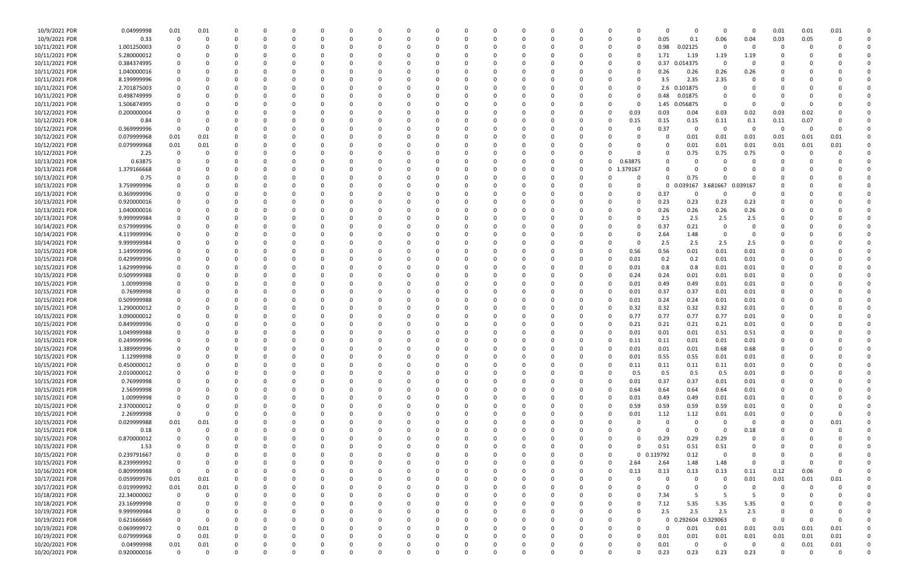| | | | | | | | | | | | | | | | | | | | | | | | | | | | | | | |
|---|---|---|---|---|---|---|---|---|---|---|---|---|---|---|---|---|---|---|---|---|---|---|---|---|---|---|---|---|---|---|
| 10/9/2021 | PDR | 0.04999998 | 0.01 | 0.01 | 0 | 0 | 0 | 0 | 0 | 0 | 0 | 0 | 0 | 0 | 0 | 0 | 0 | 0 | 0 | 0 | 0 | 0 | 0 | 0 | 0 | 0 | 0.01 | 0.01 | 0.01 | 0 |
| 10/9/2021 | PDR | 0.33 | 0 | 0 | 0 | 0 | 0 | 0 | 0 | 0 | 0 | 0 | 0 | 0 | 0 | 0 | 0 | 0 | 0 | 0 | 0 | 0 | 0.05 | 0.1 | 0.06 | 0.04 | 0.03 | 0.05 | 0 | 0 |
| 10/11/2021 | PDR | 1.001250003 | 0 | 0 | 0 | 0 | 0 | 0 | 0 | 0 | 0 | 0 | 0 | 0 | 0 | 0 | 0 | 0 | 0 | 0 | 0 | 0 | 0.98 | 0.02125 | 0 | 0 | 0 | 0 | 0 | 0 |
| 10/11/2021 | PDR | 5.280000012 | 0 | 0 | 0 | 0 | 0 | 0 | 0 | 0 | 0 | 0 | 0 | 0 | 0 | 0 | 0 | 0 | 0 | 0 | 0 | 0 | 1.71 | 1.19 | 1.19 | 1.19 | 0 | 0 | 0 | 0 |
| 10/11/2021 | PDR | 0.384374995 | 0 | 0 | 0 | 0 | 0 | 0 | 0 | 0 | 0 | 0 | 0 | 0 | 0 | 0 | 0 | 0 | 0 | 0 | 0 | 0 | 0.37 | 0.014375 | 0 | 0 | 0 | 0 | 0 | 0 |
| 10/11/2021 | PDR | 1.040000016 | 0 | 0 | 0 | 0 | 0 | 0 | 0 | 0 | 0 | 0 | 0 | 0 | 0 | 0 | 0 | 0 | 0 | 0 | 0 | 0 | 0.26 | 0.26 | 0.26 | 0.26 | 0 | 0 | 0 | 0 |
| 10/11/2021 | PDR | 8.199999996 | 0 | 0 | 0 | 0 | 0 | 0 | 0 | 0 | 0 | 0 | 0 | 0 | 0 | 0 | 0 | 0 | 0 | 0 | 0 | 0 | 3.5 | 2.35 | 2.35 | 0 | 0 | 0 | 0 | 0 |
| 10/11/2021 | PDR | 2.701875003 | 0 | 0 | 0 | 0 | 0 | 0 | 0 | 0 | 0 | 0 | 0 | 0 | 0 | 0 | 0 | 0 | 0 | 0 | 0 | 0 | 2.6 | 0.101875 | 0 | 0 | 0 | 0 | 0 | 0 |
| 10/11/2021 | PDR | 0.498749999 | 0 | 0 | 0 | 0 | 0 | 0 | 0 | 0 | 0 | 0 | 0 | 0 | 0 | 0 | 0 | 0 | 0 | 0 | 0 | 0 | 0.48 | 0.01875 | 0 | 0 | 0 | 0 | 0 | 0 |
| 10/11/2021 | PDR | 1.506874995 | 0 | 0 | 0 | 0 | 0 | 0 | 0 | 0 | 0 | 0 | 0 | 0 | 0 | 0 | 0 | 0 | 0 | 0 | 0 | 0 | 1.45 | 0.056875 | 0 | 0 | 0 | 0 | 0 | 0 |
| 10/12/2021 | PDR | 0.200000004 | 0 | 0 | 0 | 0 | 0 | 0 | 0 | 0 | 0 | 0 | 0 | 0 | 0 | 0 | 0 | 0 | 0 | 0 | 0 | 0.03 | 0.03 | 0.04 | 0.03 | 0.02 | 0.03 | 0.02 | 0 | 0 |
| 10/12/2021 | PDR | 0.84 | 0 | 0 | 0 | 0 | 0 | 0 | 0 | 0 | 0 | 0 | 0 | 0 | 0 | 0 | 0 | 0 | 0 | 0 | 0 | 0.15 | 0.15 | 0.15 | 0.11 | 0.1 | 0.11 | 0.07 | 0 | 0 |
| 10/12/2021 | PDR | 0.369999996 | 0 | 0 | 0 | 0 | 0 | 0 | 0 | 0 | 0 | 0 | 0 | 0 | 0 | 0 | 0 | 0 | 0 | 0 | 0 | 0 | 0.37 | 0 | 0 | 0 | 0 | 0 | 0 | 0 |
| 10/12/2021 | PDR | 0.079999968 | 0.01 | 0.01 | 0 | 0 | 0 | 0 | 0 | 0 | 0 | 0 | 0 | 0 | 0 | 0 | 0 | 0 | 0 | 0 | 0 | 0 | 0 | 0.01 | 0.01 | 0.01 | 0.01 | 0.01 | 0.01 | 0 |
| 10/12/2021 | PDR | 0.079999968 | 0.01 | 0.01 | 0 | 0 | 0 | 0 | 0 | 0 | 0 | 0 | 0 | 0 | 0 | 0 | 0 | 0 | 0 | 0 | 0 | 0 | 0 | 0.01 | 0.01 | 0.01 | 0.01 | 0.01 | 0.01 | 0 |
| 10/12/2021 | PDR | 2.25 | 0 | 0 | 0 | 0 | 0 | 0 | 0 | 0 | 0 | 0 | 0 | 0 | 0 | 0 | 0 | 0 | 0 | 0 | 0 | 0 | 0 | 0.75 | 0.75 | 0.75 | 0 | 0 | 0 | 0 |
| 10/13/2021 | PDR | 0.63875 | 0 | 0 | 0 | 0 | 0 | 0 | 0 | 0 | 0 | 0 | 0 | 0 | 0 | 0 | 0 | 0 | 0 | 0 | 0 | 0.63875 | 0 | 0 | 0 | 0 | 0 | 0 | 0 | 0 |
| 10/13/2021 | PDR | 1.379166668 | 0 | 0 | 0 | 0 | 0 | 0 | 0 | 0 | 0 | 0 | 0 | 0 | 0 | 0 | 0 | 0 | 0 | 0 | 0 | 1.379167 | 0 | 0 | 0 | 0 | 0 | 0 | 0 | 0 |
| 10/13/2021 | PDR | 0.75 | 0 | 0 | 0 | 0 | 0 | 0 | 0 | 0 | 0 | 0 | 0 | 0 | 0 | 0 | 0 | 0 | 0 | 0 | 0 | 0 | 0 | 0.75 | 0 | 0 | 0 | 0 | 0 | 0 |
| 10/13/2021 | PDR | 3.759999996 | 0 | 0 | 0 | 0 | 0 | 0 | 0 | 0 | 0 | 0 | 0 | 0 | 0 | 0 | 0 | 0 | 0 | 0 | 0 | 0 | 0 | 0.039167 | 3.681667 | 0.039167 | 0 | 0 | 0 | 0 |
| 10/13/2021 | PDR | 0.369999996 | 0 | 0 | 0 | 0 | 0 | 0 | 0 | 0 | 0 | 0 | 0 | 0 | 0 | 0 | 0 | 0 | 0 | 0 | 0 | 0 | 0.37 | 0 | 0 | 0 | 0 | 0 | 0 | 0 |
| 10/13/2021 | PDR | 0.920000016 | 0 | 0 | 0 | 0 | 0 | 0 | 0 | 0 | 0 | 0 | 0 | 0 | 0 | 0 | 0 | 0 | 0 | 0 | 0 | 0 | 0.23 | 0.23 | 0.23 | 0.23 | 0 | 0 | 0 | 0 |
| 10/13/2021 | PDR | 1.040000016 | 0 | 0 | 0 | 0 | 0 | 0 | 0 | 0 | 0 | 0 | 0 | 0 | 0 | 0 | 0 | 0 | 0 | 0 | 0 | 0 | 0.26 | 0.26 | 0.26 | 0.26 | 0 | 0 | 0 | 0 |
| 10/13/2021 | PDR | 9.999999984 | 0 | 0 | 0 | 0 | 0 | 0 | 0 | 0 | 0 | 0 | 0 | 0 | 0 | 0 | 0 | 0 | 0 | 0 | 0 | 0 | 2.5 | 2.5 | 2.5 | 2.5 | 0 | 0 | 0 | 0 |
| 10/14/2021 | PDR | 0.579999996 | 0 | 0 | 0 | 0 | 0 | 0 | 0 | 0 | 0 | 0 | 0 | 0 | 0 | 0 | 0 | 0 | 0 | 0 | 0 | 0 | 0.37 | 0.21 | 0 | 0 | 0 | 0 | 0 | 0 |
| 10/14/2021 | PDR | 4.119999996 | 0 | 0 | 0 | 0 | 0 | 0 | 0 | 0 | 0 | 0 | 0 | 0 | 0 | 0 | 0 | 0 | 0 | 0 | 0 | 0 | 2.64 | 1.48 | 0 | 0 | 0 | 0 | 0 | 0 |
| 10/14/2021 | PDR | 9.999999984 | 0 | 0 | 0 | 0 | 0 | 0 | 0 | 0 | 0 | 0 | 0 | 0 | 0 | 0 | 0 | 0 | 0 | 0 | 0 | 0 | 2.5 | 2.5 | 2.5 | 2.5 | 0 | 0 | 0 | 0 |
| 10/15/2021 | PDR | 1.149999996 | 0 | 0 | 0 | 0 | 0 | 0 | 0 | 0 | 0 | 0 | 0 | 0 | 0 | 0 | 0 | 0 | 0 | 0 | 0 | 0.56 | 0.56 | 0.01 | 0.01 | 0.01 | 0 | 0 | 0 | 0 |
| 10/15/2021 | PDR | 0.429999996 | 0 | 0 | 0 | 0 | 0 | 0 | 0 | 0 | 0 | 0 | 0 | 0 | 0 | 0 | 0 | 0 | 0 | 0 | 0 | 0.01 | 0.2 | 0.2 | 0.01 | 0.01 | 0 | 0 | 0 | 0 |
| 10/15/2021 | PDR | 1.629999996 | 0 | 0 | 0 | 0 | 0 | 0 | 0 | 0 | 0 | 0 | 0 | 0 | 0 | 0 | 0 | 0 | 0 | 0 | 0 | 0.01 | 0.8 | 0.8 | 0.01 | 0.01 | 0 | 0 | 0 | 0 |
| 10/15/2021 | PDR | 0.509999988 | 0 | 0 | 0 | 0 | 0 | 0 | 0 | 0 | 0 | 0 | 0 | 0 | 0 | 0 | 0 | 0 | 0 | 0 | 0 | 0.24 | 0.24 | 0.01 | 0.01 | 0.01 | 0 | 0 | 0 | 0 |
| 10/15/2021 | PDR | 1.00999998 | 0 | 0 | 0 | 0 | 0 | 0 | 0 | 0 | 0 | 0 | 0 | 0 | 0 | 0 | 0 | 0 | 0 | 0 | 0 | 0.01 | 0.49 | 0.49 | 0.01 | 0.01 | 0 | 0 | 0 | 0 |
| 10/15/2021 | PDR | 0.76999998 | 0 | 0 | 0 | 0 | 0 | 0 | 0 | 0 | 0 | 0 | 0 | 0 | 0 | 0 | 0 | 0 | 0 | 0 | 0 | 0.01 | 0.37 | 0.37 | 0.01 | 0.01 | 0 | 0 | 0 | 0 |
| 10/15/2021 | PDR | 0.509999988 | 0 | 0 | 0 | 0 | 0 | 0 | 0 | 0 | 0 | 0 | 0 | 0 | 0 | 0 | 0 | 0 | 0 | 0 | 0 | 0.01 | 0.24 | 0.24 | 0.01 | 0.01 | 0 | 0 | 0 | 0 |
| 10/15/2021 | PDR | 1.290000012 | 0 | 0 | 0 | 0 | 0 | 0 | 0 | 0 | 0 | 0 | 0 | 0 | 0 | 0 | 0 | 0 | 0 | 0 | 0 | 0.32 | 0.32 | 0.32 | 0.32 | 0.01 | 0 | 0 | 0 | 0 |
| 10/15/2021 | PDR | 3.090000012 | 0 | 0 | 0 | 0 | 0 | 0 | 0 | 0 | 0 | 0 | 0 | 0 | 0 | 0 | 0 | 0 | 0 | 0 | 0 | 0.77 | 0.77 | 0.77 | 0.77 | 0.01 | 0 | 0 | 0 | 0 |
| 10/15/2021 | PDR | 0.849999996 | 0 | 0 | 0 | 0 | 0 | 0 | 0 | 0 | 0 | 0 | 0 | 0 | 0 | 0 | 0 | 0 | 0 | 0 | 0 | 0.21 | 0.21 | 0.21 | 0.21 | 0.01 | 0 | 0 | 0 | 0 |
| 10/15/2021 | PDR | 1.049999988 | 0 | 0 | 0 | 0 | 0 | 0 | 0 | 0 | 0 | 0 | 0 | 0 | 0 | 0 | 0 | 0 | 0 | 0 | 0 | 0.01 | 0.01 | 0.01 | 0.51 | 0.51 | 0 | 0 | 0 | 0 |
| 10/15/2021 | PDR | 0.249999996 | 0 | 0 | 0 | 0 | 0 | 0 | 0 | 0 | 0 | 0 | 0 | 0 | 0 | 0 | 0 | 0 | 0 | 0 | 0 | 0.11 | 0.11 | 0.01 | 0.01 | 0.01 | 0 | 0 | 0 | 0 |
| 10/15/2021 | PDR | 1.389999996 | 0 | 0 | 0 | 0 | 0 | 0 | 0 | 0 | 0 | 0 | 0 | 0 | 0 | 0 | 0 | 0 | 0 | 0 | 0 | 0.01 | 0.01 | 0.01 | 0.68 | 0.68 | 0 | 0 | 0 | 0 |
| 10/15/2021 | PDR | 1.12999998 | 0 | 0 | 0 | 0 | 0 | 0 | 0 | 0 | 0 | 0 | 0 | 0 | 0 | 0 | 0 | 0 | 0 | 0 | 0 | 0.01 | 0.55 | 0.55 | 0.01 | 0.01 | 0 | 0 | 0 | 0 |
| 10/15/2021 | PDR | 0.450000012 | 0 | 0 | 0 | 0 | 0 | 0 | 0 | 0 | 0 | 0 | 0 | 0 | 0 | 0 | 0 | 0 | 0 | 0 | 0 | 0.11 | 0.11 | 0.11 | 0.11 | 0.01 | 0 | 0 | 0 | 0 |
| 10/15/2021 | PDR | 2.010000012 | 0 | 0 | 0 | 0 | 0 | 0 | 0 | 0 | 0 | 0 | 0 | 0 | 0 | 0 | 0 | 0 | 0 | 0 | 0 | 0.5 | 0.5 | 0.5 | 0.5 | 0.01 | 0 | 0 | 0 | 0 |
| 10/15/2021 | PDR | 0.76999998 | 0 | 0 | 0 | 0 | 0 | 0 | 0 | 0 | 0 | 0 | 0 | 0 | 0 | 0 | 0 | 0 | 0 | 0 | 0 | 0.01 | 0.37 | 0.37 | 0.01 | 0.01 | 0 | 0 | 0 | 0 |
| 10/15/2021 | PDR | 2.56999998 | 0 | 0 | 0 | 0 | 0 | 0 | 0 | 0 | 0 | 0 | 0 | 0 | 0 | 0 | 0 | 0 | 0 | 0 | 0 | 0.64 | 0.64 | 0.64 | 0.64 | 0.01 | 0 | 0 | 0 | 0 |
| 10/15/2021 | PDR | 1.00999998 | 0 | 0 | 0 | 0 | 0 | 0 | 0 | 0 | 0 | 0 | 0 | 0 | 0 | 0 | 0 | 0 | 0 | 0 | 0 | 0.01 | 0.49 | 0.49 | 0.01 | 0.01 | 0 | 0 | 0 | 0 |
| 10/15/2021 | PDR | 2.370000012 | 0 | 0 | 0 | 0 | 0 | 0 | 0 | 0 | 0 | 0 | 0 | 0 | 0 | 0 | 0 | 0 | 0 | 0 | 0 | 0.59 | 0.59 | 0.59 | 0.59 | 0.01 | 0 | 0 | 0 | 0 |
| 10/15/2021 | PDR | 2.26999998 | 0 | 0 | 0 | 0 | 0 | 0 | 0 | 0 | 0 | 0 | 0 | 0 | 0 | 0 | 0 | 0 | 0 | 0 | 0 | 0.01 | 1.12 | 1.12 | 0.01 | 0.01 | 0 | 0 | 0 | 0 |
| 10/15/2021 | PDR | 0.029999988 | 0.01 | 0.01 | 0 | 0 | 0 | 0 | 0 | 0 | 0 | 0 | 0 | 0 | 0 | 0 | 0 | 0 | 0 | 0 | 0 | 0 | 0 | 0 | 0 | 0 | 0 | 0 | 0.01 | 0 |
| 10/15/2021 | PDR | 0.18 | 0 | 0 | 0 | 0 | 0 | 0 | 0 | 0 | 0 | 0 | 0 | 0 | 0 | 0 | 0 | 0 | 0 | 0 | 0 | 0 | 0 | 0 | 0 | 0.18 | 0 | 0 | 0 | 0 |
| 10/15/2021 | PDR | 0.870000012 | 0 | 0 | 0 | 0 | 0 | 0 | 0 | 0 | 0 | 0 | 0 | 0 | 0 | 0 | 0 | 0 | 0 | 0 | 0 | 0 | 0.29 | 0.29 | 0.29 | 0 | 0 | 0 | 0 | 0 |
| 10/15/2021 | PDR | 1.53 | 0 | 0 | 0 | 0 | 0 | 0 | 0 | 0 | 0 | 0 | 0 | 0 | 0 | 0 | 0 | 0 | 0 | 0 | 0 | 0 | 0.51 | 0.51 | 0.51 | 0 | 0 | 0 | 0 | 0 |
| 10/15/2021 | PDR | 0.239791667 | 0 | 0 | 0 | 0 | 0 | 0 | 0 | 0 | 0 | 0 | 0 | 0 | 0 | 0 | 0 | 0 | 0 | 0 | 0 | 0 | 0.119792 | 0.12 | 0 | 0 | 0 | 0 | 0 | 0 |
| 10/15/2021 | PDR | 8.239999992 | 0 | 0 | 0 | 0 | 0 | 0 | 0 | 0 | 0 | 0 | 0 | 0 | 0 | 0 | 0 | 0 | 0 | 0 | 0 | 2.64 | 2.64 | 1.48 | 1.48 | 0 | 0 | 0 | 0 | 0 |
| 10/16/2021 | PDR | 0.809999988 | 0 | 0 | 0 | 0 | 0 | 0 | 0 | 0 | 0 | 0 | 0 | 0 | 0 | 0 | 0 | 0 | 0 | 0 | 0 | 0.13 | 0.13 | 0.13 | 0.13 | 0.11 | 0.12 | 0.06 | 0 | 0 |
| 10/17/2021 | PDR | 0.059999976 | 0.01 | 0.01 | 0 | 0 | 0 | 0 | 0 | 0 | 0 | 0 | 0 | 0 | 0 | 0 | 0 | 0 | 0 | 0 | 0 | 0 | 0 | 0 | 0 | 0.01 | 0.01 | 0.01 | 0.01 | 0 |
| 10/17/2021 | PDR | 0.019999992 | 0.01 | 0.01 | 0 | 0 | 0 | 0 | 0 | 0 | 0 | 0 | 0 | 0 | 0 | 0 | 0 | 0 | 0 | 0 | 0 | 0 | 0 | 0 | 0 | 0 | 0 | 0 | 0 | 0 |
| 10/18/2021 | PDR | 22.34000002 | 0 | 0 | 0 | 0 | 0 | 0 | 0 | 0 | 0 | 0 | 0 | 0 | 0 | 0 | 0 | 0 | 0 | 0 | 0 | 0 | 7.34 | 5 | 5 | 5 | 0 | 0 | 0 | 0 |
| 10/18/2021 | PDR | 23.16999998 | 0 | 0 | 0 | 0 | 0 | 0 | 0 | 0 | 0 | 0 | 0 | 0 | 0 | 0 | 0 | 0 | 0 | 0 | 0 | 0 | 7.12 | 5.35 | 5.35 | 5.35 | 0 | 0 | 0 | 0 |
| 10/19/2021 | PDR | 9.999999984 | 0 | 0 | 0 | 0 | 0 | 0 | 0 | 0 | 0 | 0 | 0 | 0 | 0 | 0 | 0 | 0 | 0 | 0 | 0 | 0 | 2.5 | 2.5 | 2.5 | 2.5 | 0 | 0 | 0 | 0 |
| 10/19/2021 | PDR | 0.621666669 | 0 | 0 | 0 | 0 | 0 | 0 | 0 | 0 | 0 | 0 | 0 | 0 | 0 | 0 | 0 | 0 | 0 | 0 | 0 | 0 | 0 | 0.292604 | 0.329063 | 0 | 0 | 0 | 0 | 0 |
| 10/19/2021 | PDR | 0.069999972 | 0 | 0.01 | 0 | 0 | 0 | 0 | 0 | 0 | 0 | 0 | 0 | 0 | 0 | 0 | 0 | 0 | 0 | 0 | 0 | 0 | 0 | 0.01 | 0.01 | 0.01 | 0.01 | 0.01 | 0.01 | 0 |
| 10/19/2021 | PDR | 0.079999968 | 0 | 0.01 | 0 | 0 | 0 | 0 | 0 | 0 | 0 | 0 | 0 | 0 | 0 | 0 | 0 | 0 | 0 | 0 | 0 | 0 | 0.01 | 0.01 | 0.01 | 0.01 | 0.01 | 0.01 | 0.01 | 0 |
| 10/20/2021 | PDR | 0.04999998 | 0.01 | 0.01 | 0 | 0 | 0 | 0 | 0 | 0 | 0 | 0 | 0 | 0 | 0 | 0 | 0 | 0 | 0 | 0 | 0 | 0 | 0.01 | 0 | 0 | 0 | 0 | 0.01 | 0.01 | 0 |
| 10/20/2021 | PDR | 0.920000016 | 0 | 0 | 0 | 0 | 0 | 0 | 0 | 0 | 0 | 0 | 0 | 0 | 0 | 0 | 0 | 0 | 0 | 0 | 0 | 0 | 0.23 | 0.23 | 0.23 | 0.23 | 0 | 0 | 0 | 0 |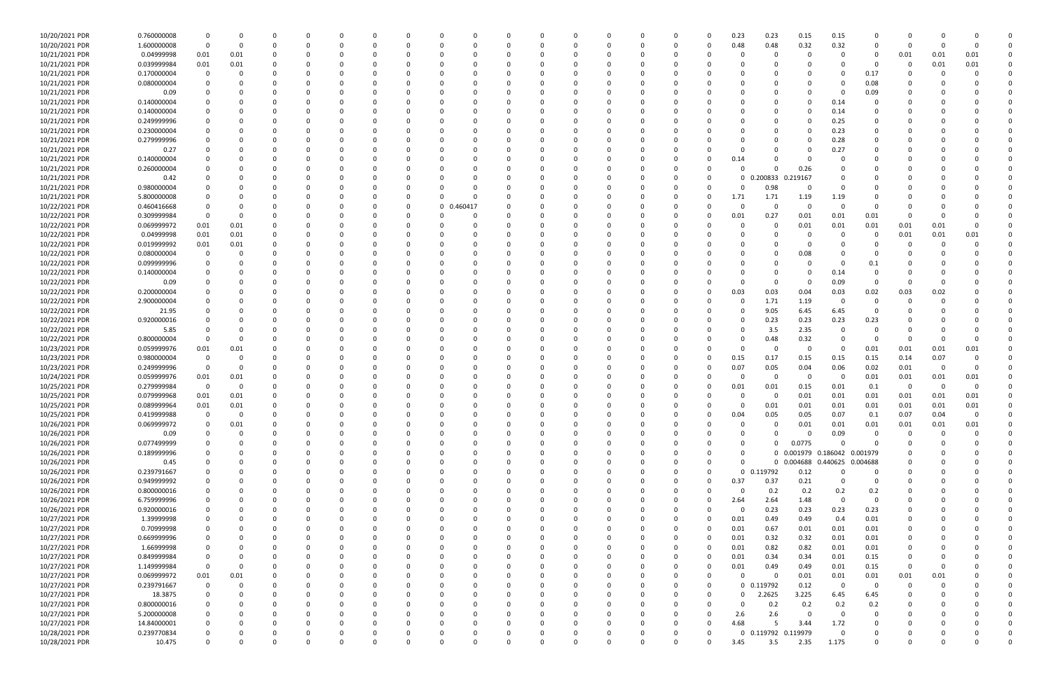| | | | | | | | | | | | | | | | | | | | | | | | | | | | |
|---|---|---|---|---|---|---|---|---|---|---|---|---|---|---|---|---|---|---|---|---|---|---|---|---|---|---|---|
| 10/20/2021 PDR | 0.760000008 | 0 | 0 | 0 | 0 | 0 | 0 | 0 | 0 | 0 | 0 | 0 | 0 | 0 | 0 | 0 | 0 | 0 | 0.23 | 0.23 | 0.15 | 0.15 | 0 | 0 | 0 | 0 | 0 |
| 10/20/2021 PDR | 1.600000008 | 0 | 0 | 0 | 0 | 0 | 0 | 0 | 0 | 0 | 0 | 0 | 0 | 0 | 0 | 0 | 0 | 0 | 0.48 | 0.48 | 0.32 | 0.32 | 0 | 0 | 0 | 0 | 0 |
| 10/21/2021 PDR | 0.04999998 | 0.01 | 0.01 | 0 | 0 | 0 | 0 | 0 | 0 | 0 | 0 | 0 | 0 | 0 | 0 | 0 | 0 | 0 | 0 | 0 | 0 | 0 | 0 | 0.01 | 0.01 | 0.01 | 0 |
| 10/21/2021 PDR | 0.039999984 | 0.01 | 0.01 | 0 | 0 | 0 | 0 | 0 | 0 | 0 | 0 | 0 | 0 | 0 | 0 | 0 | 0 | 0 | 0 | 0 | 0 | 0 | 0 | 0 | 0.01 | 0.01 | 0 |
| 10/21/2021 PDR | 0.170000004 | 0 | 0 | 0 | 0 | 0 | 0 | 0 | 0 | 0 | 0 | 0 | 0 | 0 | 0 | 0 | 0 | 0 | 0 | 0 | 0 | 0 | 0.17 | 0 | 0 | 0 | 0 |
| 10/21/2021 PDR | 0.080000004 | 0 | 0 | 0 | 0 | 0 | 0 | 0 | 0 | 0 | 0 | 0 | 0 | 0 | 0 | 0 | 0 | 0 | 0 | 0 | 0 | 0 | 0.08 | 0 | 0 | 0 | 0 |
| 10/21/2021 PDR | 0.09 | 0 | 0 | 0 | 0 | 0 | 0 | 0 | 0 | 0 | 0 | 0 | 0 | 0 | 0 | 0 | 0 | 0 | 0 | 0 | 0 | 0 | 0.09 | 0 | 0 | 0 | 0 |
| 10/21/2021 PDR | 0.140000004 | 0 | 0 | 0 | 0 | 0 | 0 | 0 | 0 | 0 | 0 | 0 | 0 | 0 | 0 | 0 | 0 | 0 | 0 | 0 | 0 | 0.14 | 0 | 0 | 0 | 0 | 0 |
| 10/21/2021 PDR | 0.140000004 | 0 | 0 | 0 | 0 | 0 | 0 | 0 | 0 | 0 | 0 | 0 | 0 | 0 | 0 | 0 | 0 | 0 | 0 | 0 | 0 | 0.14 | 0 | 0 | 0 | 0 | 0 |
| 10/21/2021 PDR | 0.249999996 | 0 | 0 | 0 | 0 | 0 | 0 | 0 | 0 | 0 | 0 | 0 | 0 | 0 | 0 | 0 | 0 | 0 | 0 | 0 | 0 | 0.25 | 0 | 0 | 0 | 0 | 0 |
| 10/21/2021 PDR | 0.230000004 | 0 | 0 | 0 | 0 | 0 | 0 | 0 | 0 | 0 | 0 | 0 | 0 | 0 | 0 | 0 | 0 | 0 | 0 | 0 | 0 | 0.23 | 0 | 0 | 0 | 0 | 0 |
| 10/21/2021 PDR | 0.279999996 | 0 | 0 | 0 | 0 | 0 | 0 | 0 | 0 | 0 | 0 | 0 | 0 | 0 | 0 | 0 | 0 | 0 | 0 | 0 | 0 | 0.28 | 0 | 0 | 0 | 0 | 0 |
| 10/21/2021 PDR | 0.27 | 0 | 0 | 0 | 0 | 0 | 0 | 0 | 0 | 0 | 0 | 0 | 0 | 0 | 0 | 0 | 0 | 0 | 0 | 0 | 0 | 0.27 | 0 | 0 | 0 | 0 | 0 |
| 10/21/2021 PDR | 0.140000004 | 0 | 0 | 0 | 0 | 0 | 0 | 0 | 0 | 0 | 0 | 0 | 0 | 0 | 0 | 0 | 0 | 0 | 0.14 | 0 | 0 | 0 | 0 | 0 | 0 | 0 | 0 |
| 10/21/2021 PDR | 0.260000004 | 0 | 0 | 0 | 0 | 0 | 0 | 0 | 0 | 0 | 0 | 0 | 0 | 0 | 0 | 0 | 0 | 0 | 0 | 0 | 0.26 | 0 | 0 | 0 | 0 | 0 | 0 |
| 10/21/2021 PDR | 0.42 | 0 | 0 | 0 | 0 | 0 | 0 | 0 | 0 | 0 | 0 | 0 | 0 | 0 | 0 | 0 | 0 | 0 | 0 | 0.200833 | 0.219167 | 0 | 0 | 0 | 0 | 0 | 0 |
| 10/21/2021 PDR | 0.980000004 | 0 | 0 | 0 | 0 | 0 | 0 | 0 | 0 | 0 | 0 | 0 | 0 | 0 | 0 | 0 | 0 | 0 | 0 | 0.98 | 0 | 0 | 0 | 0 | 0 | 0 | 0 |
| 10/21/2021 PDR | 5.800000008 | 0 | 0 | 0 | 0 | 0 | 0 | 0 | 0 | 0 | 0 | 0 | 0 | 0 | 0 | 0 | 0 | 0 | 1.71 | 1.71 | 1.19 | 1.19 | 0 | 0 | 0 | 0 | 0 |
| 10/22/2021 PDR | 0.460416668 | 0 | 0 | 0 | 0 | 0 | 0 | 0 | 0 | | 0.460417 | 0 | 0 | 0 | 0 | 0 | 0 | 0 | 0 | 0 | 0 | 0 | 0 | 0 | 0 | 0 | 0 |
| 10/22/2021 PDR | 0.309999984 | 0 | 0 | 0 | 0 | 0 | 0 | 0 | 0 | 0 | 0 | 0 | 0 | 0 | 0 | 0 | 0 | 0 | 0.01 | 0.27 | 0.01 | 0.01 | 0.01 | 0 | 0 | 0 | 0 |
| 10/22/2021 PDR | 0.069999972 | 0.01 | 0.01 | 0 | 0 | 0 | 0 | 0 | 0 | 0 | 0 | 0 | 0 | 0 | 0 | 0 | 0 | 0 | 0 | 0 | 0.01 | 0.01 | 0.01 | 0.01 | 0.01 | 0 | 0 |
| 10/22/2021 PDR | 0.04999998 | 0.01 | 0.01 | 0 | 0 | 0 | 0 | 0 | 0 | 0 | 0 | 0 | 0 | 0 | 0 | 0 | 0 | 0 | 0 | 0 | 0 | 0 | 0 | 0.01 | 0.01 | 0.01 | 0 |
| 10/22/2021 PDR | 0.019999992 | 0.01 | 0.01 | 0 | 0 | 0 | 0 | 0 | 0 | 0 | 0 | 0 | 0 | 0 | 0 | 0 | 0 | 0 | 0 | 0 | 0 | 0 | 0 | 0 | 0 | 0 | 0 |
| 10/22/2021 PDR | 0.080000004 | 0 | 0 | 0 | 0 | 0 | 0 | 0 | 0 | 0 | 0 | 0 | 0 | 0 | 0 | 0 | 0 | 0 | 0 | 0 | 0.08 | 0 | 0 | 0 | 0 | 0 | 0 |
| 10/22/2021 PDR | 0.099999996 | 0 | 0 | 0 | 0 | 0 | 0 | 0 | 0 | 0 | 0 | 0 | 0 | 0 | 0 | 0 | 0 | 0 | 0 | 0 | 0 | 0 | 0.1 | 0 | 0 | 0 | 0 |
| 10/22/2021 PDR | 0.140000004 | 0 | 0 | 0 | 0 | 0 | 0 | 0 | 0 | 0 | 0 | 0 | 0 | 0 | 0 | 0 | 0 | 0 | 0 | 0 | 0 | 0.14 | 0 | 0 | 0 | 0 | 0 |
| 10/22/2021 PDR | 0.09 | 0 | 0 | 0 | 0 | 0 | 0 | 0 | 0 | 0 | 0 | 0 | 0 | 0 | 0 | 0 | 0 | 0 | 0 | 0 | 0 | 0.09 | 0 | 0 | 0 | 0 | 0 |
| 10/22/2021 PDR | 0.200000004 | 0 | 0 | 0 | 0 | 0 | 0 | 0 | 0 | 0 | 0 | 0 | 0 | 0 | 0 | 0 | 0 | 0 | 0.03 | 0.03 | 0.04 | 0.03 | 0.02 | 0.03 | 0.02 | 0 | 0 |
| 10/22/2021 PDR | 2.900000004 | 0 | 0 | 0 | 0 | 0 | 0 | 0 | 0 | 0 | 0 | 0 | 0 | 0 | 0 | 0 | 0 | 0 | 0 | 1.71 | 1.19 | 0 | 0 | 0 | 0 | 0 | 0 |
| 10/22/2021 PDR | 21.95 | 0 | 0 | 0 | 0 | 0 | 0 | 0 | 0 | 0 | 0 | 0 | 0 | 0 | 0 | 0 | 0 | 0 | 0 | 9.05 | 6.45 | 6.45 | 0 | 0 | 0 | 0 | 0 |
| 10/22/2021 PDR | 0.920000016 | 0 | 0 | 0 | 0 | 0 | 0 | 0 | 0 | 0 | 0 | 0 | 0 | 0 | 0 | 0 | 0 | 0 | 0 | 0.23 | 0.23 | 0.23 | 0.23 | 0 | 0 | 0 | 0 |
| 10/22/2021 PDR | 5.85 | 0 | 0 | 0 | 0 | 0 | 0 | 0 | 0 | 0 | 0 | 0 | 0 | 0 | 0 | 0 | 0 | 0 | 0 | 3.5 | 2.35 | 0 | 0 | 0 | 0 | 0 | 0 |
| 10/22/2021 PDR | 0.800000004 | 0 | 0 | 0 | 0 | 0 | 0 | 0 | 0 | 0 | 0 | 0 | 0 | 0 | 0 | 0 | 0 | 0 | 0 | 0.48 | 0.32 | 0 | 0 | 0 | 0 | 0 | 0 |
| 10/23/2021 PDR | 0.059999976 | 0.01 | 0.01 | 0 | 0 | 0 | 0 | 0 | 0 | 0 | 0 | 0 | 0 | 0 | 0 | 0 | 0 | 0 | 0 | 0 | 0 | 0 | 0.01 | 0.01 | 0.01 | 0.01 | 0 |
| 10/23/2021 PDR | 0.980000004 | 0 | 0 | 0 | 0 | 0 | 0 | 0 | 0 | 0 | 0 | 0 | 0 | 0 | 0 | 0 | 0 | 0 | 0.15 | 0.17 | 0.15 | 0.15 | 0.15 | 0.14 | 0.07 | 0 | 0 |
| 10/23/2021 PDR | 0.249999996 | 0 | 0 | 0 | 0 | 0 | 0 | 0 | 0 | 0 | 0 | 0 | 0 | 0 | 0 | 0 | 0 | 0 | 0.07 | 0.05 | 0.04 | 0.06 | 0.02 | 0.01 | 0 | 0 | 0 |
| 10/24/2021 PDR | 0.059999976 | 0.01 | 0.01 | 0 | 0 | 0 | 0 | 0 | 0 | 0 | 0 | 0 | 0 | 0 | 0 | 0 | 0 | 0 | 0 | 0 | 0 | 0 | 0.01 | 0.01 | 0.01 | 0.01 | 0 |
| 10/25/2021 PDR | 0.279999984 | 0 | 0 | 0 | 0 | 0 | 0 | 0 | 0 | 0 | 0 | 0 | 0 | 0 | 0 | 0 | 0 | 0 | 0.01 | 0.01 | 0.15 | 0.01 | 0.1 | 0 | 0 | 0 | 0 |
| 10/25/2021 PDR | 0.079999968 | 0.01 | 0.01 | 0 | 0 | 0 | 0 | 0 | 0 | 0 | 0 | 0 | 0 | 0 | 0 | 0 | 0 | 0 | 0 | 0 | 0.01 | 0.01 | 0.01 | 0.01 | 0.01 | 0.01 | 0 |
| 10/25/2021 PDR | 0.089999964 | 0.01 | 0.01 | 0 | 0 | 0 | 0 | 0 | 0 | 0 | 0 | 0 | 0 | 0 | 0 | 0 | 0 | 0 | 0 | 0.01 | 0.01 | 0.01 | 0.01 | 0.01 | 0.01 | 0.01 | 0 |
| 10/25/2021 PDR | 0.419999988 | 0 | 0 | 0 | 0 | 0 | 0 | 0 | 0 | 0 | 0 | 0 | 0 | 0 | 0 | 0 | 0 | 0 | 0.04 | 0.05 | 0.05 | 0.07 | 0.1 | 0.07 | 0.04 | 0 | 0 |
| 10/26/2021 PDR | 0.069999972 | 0 | 0.01 | 0 | 0 | 0 | 0 | 0 | 0 | 0 | 0 | 0 | 0 | 0 | 0 | 0 | 0 | 0 | 0 | 0 | 0.01 | 0.01 | 0.01 | 0.01 | 0.01 | 0.01 | 0 |
| 10/26/2021 PDR | 0.09 | 0 | 0 | 0 | 0 | 0 | 0 | 0 | 0 | 0 | 0 | 0 | 0 | 0 | 0 | 0 | 0 | 0 | 0 | 0 | 0 | 0.09 | 0 | 0 | 0 | 0 | 0 |
| 10/26/2021 PDR | 0.077499999 | 0 | 0 | 0 | 0 | 0 | 0 | 0 | 0 | 0 | 0 | 0 | 0 | 0 | 0 | 0 | 0 | 0 | 0 | 0 | 0.0775 | 0 | 0 | 0 | 0 | 0 | 0 |
| 10/26/2021 PDR | 0.189999996 | 0 | 0 | 0 | 0 | 0 | 0 | 0 | 0 | 0 | 0 | 0 | 0 | 0 | 0 | 0 | 0 | 0 | 0 | 0 | 0.001979 | 0.186042 | 0.001979 | 0 | 0 | 0 | 0 |
| 10/26/2021 PDR | 0.45 | 0 | 0 | 0 | 0 | 0 | 0 | 0 | 0 | 0 | 0 | 0 | 0 | 0 | 0 | 0 | 0 | 0 | 0 | 0 | 0.004688 | 0.440625 | 0.004688 | 0 | 0 | 0 | 0 |
| 10/26/2021 PDR | 0.239791667 | 0 | 0 | 0 | 0 | 0 | 0 | 0 | 0 | 0 | 0 | 0 | 0 | 0 | 0 | 0 | 0 | 0 | 0 | 0.119792 | 0.12 | 0 | 0 | 0 | 0 | 0 | 0 |
| 10/26/2021 PDR | 0.949999992 | 0 | 0 | 0 | 0 | 0 | 0 | 0 | 0 | 0 | 0 | 0 | 0 | 0 | 0 | 0 | 0 | 0 | 0.37 | 0.37 | 0.21 | 0 | 0 | 0 | 0 | 0 | 0 |
| 10/26/2021 PDR | 0.800000016 | 0 | 0 | 0 | 0 | 0 | 0 | 0 | 0 | 0 | 0 | 0 | 0 | 0 | 0 | 0 | 0 | 0 | 0 | 0.2 | 0.2 | 0.2 | 0.2 | 0 | 0 | 0 | 0 |
| 10/26/2021 PDR | 6.759999996 | 0 | 0 | 0 | 0 | 0 | 0 | 0 | 0 | 0 | 0 | 0 | 0 | 0 | 0 | 0 | 0 | 0 | 2.64 | 2.64 | 1.48 | 0 | 0 | 0 | 0 | 0 | 0 |
| 10/26/2021 PDR | 0.920000016 | 0 | 0 | 0 | 0 | 0 | 0 | 0 | 0 | 0 | 0 | 0 | 0 | 0 | 0 | 0 | 0 | 0 | 0 | 0.23 | 0.23 | 0.23 | 0.23 | 0 | 0 | 0 | 0 |
| 10/27/2021 PDR | 1.39999998 | 0 | 0 | 0 | 0 | 0 | 0 | 0 | 0 | 0 | 0 | 0 | 0 | 0 | 0 | 0 | 0 | 0 | 0.01 | 0.49 | 0.49 | 0.4 | 0.01 | 0 | 0 | 0 | 0 |
| 10/27/2021 PDR | 0.70999998 | 0 | 0 | 0 | 0 | 0 | 0 | 0 | 0 | 0 | 0 | 0 | 0 | 0 | 0 | 0 | 0 | 0 | 0.01 | 0.67 | 0.01 | 0.01 | 0.01 | 0 | 0 | 0 | 0 |
| 10/27/2021 PDR | 0.669999996 | 0 | 0 | 0 | 0 | 0 | 0 | 0 | 0 | 0 | 0 | 0 | 0 | 0 | 0 | 0 | 0 | 0 | 0.01 | 0.32 | 0.32 | 0.01 | 0.01 | 0 | 0 | 0 | 0 |
| 10/27/2021 PDR | 1.66999998 | 0 | 0 | 0 | 0 | 0 | 0 | 0 | 0 | 0 | 0 | 0 | 0 | 0 | 0 | 0 | 0 | 0 | 0.01 | 0.82 | 0.82 | 0.01 | 0.01 | 0 | 0 | 0 | 0 |
| 10/27/2021 PDR | 0.849999984 | 0 | 0 | 0 | 0 | 0 | 0 | 0 | 0 | 0 | 0 | 0 | 0 | 0 | 0 | 0 | 0 | 0 | 0.01 | 0.34 | 0.34 | 0.01 | 0.15 | 0 | 0 | 0 | 0 |
| 10/27/2021 PDR | 1.149999984 | 0 | 0 | 0 | 0 | 0 | 0 | 0 | 0 | 0 | 0 | 0 | 0 | 0 | 0 | 0 | 0 | 0 | 0.01 | 0.49 | 0.49 | 0.01 | 0.15 | 0 | 0 | 0 | 0 |
| 10/27/2021 PDR | 0.069999972 | 0.01 | 0.01 | 0 | 0 | 0 | 0 | 0 | 0 | 0 | 0 | 0 | 0 | 0 | 0 | 0 | 0 | 0 | 0 | 0 | 0.01 | 0.01 | 0.01 | 0.01 | 0.01 | 0 | 0 |
| 10/27/2021 PDR | 0.239791667 | 0 | 0 | 0 | 0 | 0 | 0 | 0 | 0 | 0 | 0 | 0 | 0 | 0 | 0 | 0 | 0 | 0 | 0 | 0.119792 | 0.12 | 0 | 0 | 0 | 0 | 0 | 0 |
| 10/27/2021 PDR | 18.3875 | 0 | 0 | 0 | 0 | 0 | 0 | 0 | 0 | 0 | 0 | 0 | 0 | 0 | 0 | 0 | 0 | 0 | 0 | 2.2625 | 3.225 | 6.45 | 6.45 | 0 | 0 | 0 | 0 |
| 10/27/2021 PDR | 0.800000016 | 0 | 0 | 0 | 0 | 0 | 0 | 0 | 0 | 0 | 0 | 0 | 0 | 0 | 0 | 0 | 0 | 0 | 0 | 0.2 | 0.2 | 0.2 | 0.2 | 0 | 0 | 0 | 0 |
| 10/27/2021 PDR | 5.200000008 | 0 | 0 | 0 | 0 | 0 | 0 | 0 | 0 | 0 | 0 | 0 | 0 | 0 | 0 | 0 | 0 | 0 | 2.6 | 2.6 | 0 | 0 | 0 | 0 | 0 | 0 | 0 |
| 10/27/2021 PDR | 14.84000001 | 0 | 0 | 0 | 0 | 0 | 0 | 0 | 0 | 0 | 0 | 0 | 0 | 0 | 0 | 0 | 0 | 0 | 4.68 | 5 | 3.44 | 1.72 | 0 | 0 | 0 | 0 | 0 |
| 10/28/2021 PDR | 0.239770834 | 0 | 0 | 0 | 0 | 0 | 0 | 0 | 0 | 0 | 0 | 0 | 0 | 0 | 0 | 0 | 0 | 0 | 0 | 0.119792 | 0.119979 | 0 | 0 | 0 | 0 | 0 | 0 |
| 10/28/2021 PDR | 10.475 | 0 | 0 | 0 | 0 | 0 | 0 | 0 | 0 | 0 | 0 | 0 | 0 | 0 | 0 | 0 | 0 | 0 | 3.45 | 3.5 | 2.35 | 1.175 | 0 | 0 | 0 | 0 | 0 |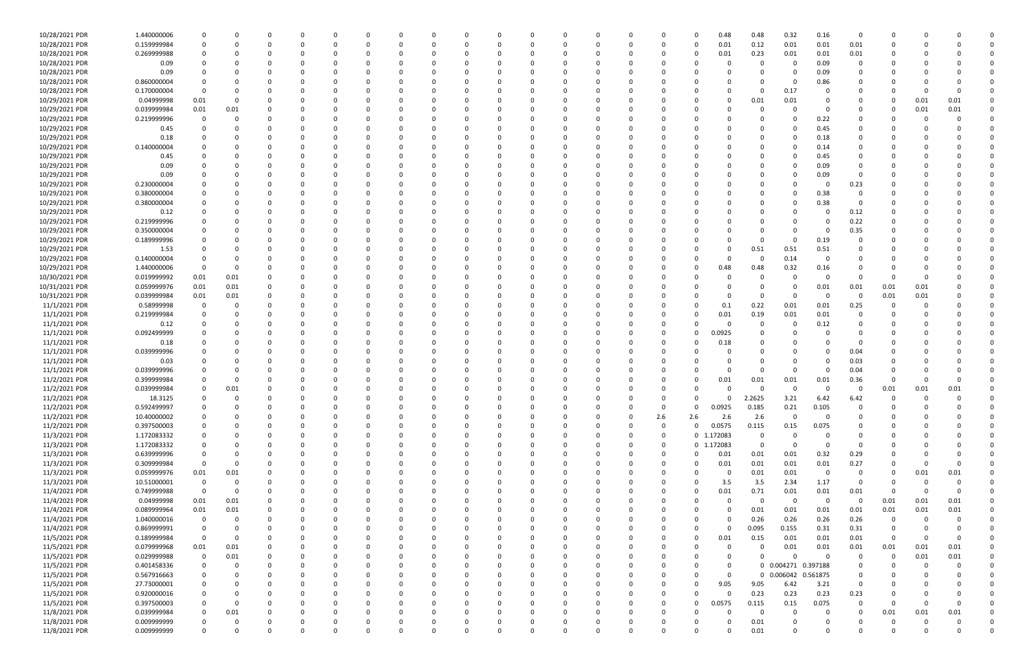| | | | | | | | | | | | | | | | | | | | | | | | | | | |
|---|---|---|---|---|---|---|---|---|---|---|---|---|---|---|---|---|---|---|---|---|---|---|---|---|---|---|
| 10/28/2021 PDR | 1.440000006 | 0 | 0 | 0 | 0 | 0 | 0 | 0 | 0 | 0 | 0 | 0 | 0 | 0 | 0 | 0 | 0 | 0.48 | 0.48 | 0.32 | 0.16 | 0 | 0 | 0 | 0 | 0 |
| 10/28/2021 PDR | 0.159999984 | 0 | 0 | 0 | 0 | 0 | 0 | 0 | 0 | 0 | 0 | 0 | 0 | 0 | 0 | 0 | 0 | 0.01 | 0.12 | 0.01 | 0.01 | 0.01 | 0 | 0 | 0 | 0 |
| 10/28/2021 PDR | 0.269999988 | 0 | 0 | 0 | 0 | 0 | 0 | 0 | 0 | 0 | 0 | 0 | 0 | 0 | 0 | 0 | 0 | 0.01 | 0.23 | 0.01 | 0.01 | 0.01 | 0 | 0 | 0 | 0 |
| 10/28/2021 PDR | 0.09 | 0 | 0 | 0 | 0 | 0 | 0 | 0 | 0 | 0 | 0 | 0 | 0 | 0 | 0 | 0 | 0 | 0 | 0 | 0 | 0.09 | 0 | 0 | 0 | 0 | 0 |
| 10/28/2021 PDR | 0.09 | 0 | 0 | 0 | 0 | 0 | 0 | 0 | 0 | 0 | 0 | 0 | 0 | 0 | 0 | 0 | 0 | 0 | 0 | 0 | 0.09 | 0 | 0 | 0 | 0 | 0 |
| 10/28/2021 PDR | 0.860000004 | 0 | 0 | 0 | 0 | 0 | 0 | 0 | 0 | 0 | 0 | 0 | 0 | 0 | 0 | 0 | 0 | 0 | 0 | 0 | 0.86 | 0 | 0 | 0 | 0 | 0 |
| 10/28/2021 PDR | 0.170000004 | 0 | 0 | 0 | 0 | 0 | 0 | 0 | 0 | 0 | 0 | 0 | 0 | 0 | 0 | 0 | 0 | 0 | 0 | 0.17 | 0 | 0 | 0 | 0 | 0 | 0 |
| 10/29/2021 PDR | 0.04999998 | 0.01 | 0 | 0 | 0 | 0 | 0 | 0 | 0 | 0 | 0 | 0 | 0 | 0 | 0 | 0 | 0 | 0 | 0.01 | 0.01 | 0 | 0 | 0 | 0.01 | 0.01 | 0 |
| 10/29/2021 PDR | 0.039999984 | 0.01 | 0.01 | 0 | 0 | 0 | 0 | 0 | 0 | 0 | 0 | 0 | 0 | 0 | 0 | 0 | 0 | 0 | 0 | 0 | 0 | 0 | 0 | 0.01 | 0.01 | 0 |
| 10/29/2021 PDR | 0.219999996 | 0 | 0 | 0 | 0 | 0 | 0 | 0 | 0 | 0 | 0 | 0 | 0 | 0 | 0 | 0 | 0 | 0 | 0 | 0 | 0.22 | 0 | 0 | 0 | 0 | 0 |
| 10/29/2021 PDR | 0.45 | 0 | 0 | 0 | 0 | 0 | 0 | 0 | 0 | 0 | 0 | 0 | 0 | 0 | 0 | 0 | 0 | 0 | 0 | 0 | 0.45 | 0 | 0 | 0 | 0 | 0 |
| 10/29/2021 PDR | 0.18 | 0 | 0 | 0 | 0 | 0 | 0 | 0 | 0 | 0 | 0 | 0 | 0 | 0 | 0 | 0 | 0 | 0 | 0 | 0 | 0.18 | 0 | 0 | 0 | 0 | 0 |
| 10/29/2021 PDR | 0.140000004 | 0 | 0 | 0 | 0 | 0 | 0 | 0 | 0 | 0 | 0 | 0 | 0 | 0 | 0 | 0 | 0 | 0 | 0 | 0 | 0.14 | 0 | 0 | 0 | 0 | 0 |
| 10/29/2021 PDR | 0.45 | 0 | 0 | 0 | 0 | 0 | 0 | 0 | 0 | 0 | 0 | 0 | 0 | 0 | 0 | 0 | 0 | 0 | 0 | 0 | 0.45 | 0 | 0 | 0 | 0 | 0 |
| 10/29/2021 PDR | 0.09 | 0 | 0 | 0 | 0 | 0 | 0 | 0 | 0 | 0 | 0 | 0 | 0 | 0 | 0 | 0 | 0 | 0 | 0 | 0 | 0.09 | 0 | 0 | 0 | 0 | 0 |
| 10/29/2021 PDR | 0.09 | 0 | 0 | 0 | 0 | 0 | 0 | 0 | 0 | 0 | 0 | 0 | 0 | 0 | 0 | 0 | 0 | 0 | 0 | 0 | 0.09 | 0 | 0 | 0 | 0 | 0 |
| 10/29/2021 PDR | 0.230000004 | 0 | 0 | 0 | 0 | 0 | 0 | 0 | 0 | 0 | 0 | 0 | 0 | 0 | 0 | 0 | 0 | 0 | 0 | 0 | 0 | 0.23 | 0 | 0 | 0 | 0 |
| 10/29/2021 PDR | 0.380000004 | 0 | 0 | 0 | 0 | 0 | 0 | 0 | 0 | 0 | 0 | 0 | 0 | 0 | 0 | 0 | 0 | 0 | 0 | 0 | 0.38 | 0 | 0 | 0 | 0 | 0 |
| 10/29/2021 PDR | 0.380000004 | 0 | 0 | 0 | 0 | 0 | 0 | 0 | 0 | 0 | 0 | 0 | 0 | 0 | 0 | 0 | 0 | 0 | 0 | 0 | 0.38 | 0 | 0 | 0 | 0 | 0 |
| 10/29/2021 PDR | 0.12 | 0 | 0 | 0 | 0 | 0 | 0 | 0 | 0 | 0 | 0 | 0 | 0 | 0 | 0 | 0 | 0 | 0 | 0 | 0 | 0 | 0.12 | 0 | 0 | 0 | 0 |
| 10/29/2021 PDR | 0.219999996 | 0 | 0 | 0 | 0 | 0 | 0 | 0 | 0 | 0 | 0 | 0 | 0 | 0 | 0 | 0 | 0 | 0 | 0 | 0 | 0 | 0.22 | 0 | 0 | 0 | 0 |
| 10/29/2021 PDR | 0.350000004 | 0 | 0 | 0 | 0 | 0 | 0 | 0 | 0 | 0 | 0 | 0 | 0 | 0 | 0 | 0 | 0 | 0 | 0 | 0 | 0 | 0.35 | 0 | 0 | 0 | 0 |
| 10/29/2021 PDR | 0.189999996 | 0 | 0 | 0 | 0 | 0 | 0 | 0 | 0 | 0 | 0 | 0 | 0 | 0 | 0 | 0 | 0 | 0 | 0 | 0 | 0.19 | 0 | 0 | 0 | 0 | 0 |
| 10/29/2021 PDR | 1.53 | 0 | 0 | 0 | 0 | 0 | 0 | 0 | 0 | 0 | 0 | 0 | 0 | 0 | 0 | 0 | 0 | 0 | 0.51 | 0.51 | 0.51 | 0 | 0 | 0 | 0 | 0 |
| 10/29/2021 PDR | 0.140000004 | 0 | 0 | 0 | 0 | 0 | 0 | 0 | 0 | 0 | 0 | 0 | 0 | 0 | 0 | 0 | 0 | 0 | 0 | 0.14 | 0 | 0 | 0 | 0 | 0 | 0 |
| 10/29/2021 PDR | 1.440000006 | 0 | 0 | 0 | 0 | 0 | 0 | 0 | 0 | 0 | 0 | 0 | 0 | 0 | 0 | 0 | 0 | 0.48 | 0.48 | 0.32 | 0.16 | 0 | 0 | 0 | 0 | 0 |
| 10/30/2021 PDR | 0.019999992 | 0.01 | 0.01 | 0 | 0 | 0 | 0 | 0 | 0 | 0 | 0 | 0 | 0 | 0 | 0 | 0 | 0 | 0 | 0 | 0 | 0 | 0 | 0 | 0 | 0 | 0 |
| 10/31/2021 PDR | 0.059999976 | 0.01 | 0.01 | 0 | 0 | 0 | 0 | 0 | 0 | 0 | 0 | 0 | 0 | 0 | 0 | 0 | 0 | 0 | 0 | 0 | 0.01 | 0.01 | 0.01 | 0.01 | 0 | 0 |
| 10/31/2021 PDR | 0.039999984 | 0.01 | 0.01 | 0 | 0 | 0 | 0 | 0 | 0 | 0 | 0 | 0 | 0 | 0 | 0 | 0 | 0 | 0 | 0 | 0 | 0 | 0 | 0.01 | 0.01 | 0 | 0 |
| 11/1/2021 PDR | 0.58999998 | 0 | 0 | 0 | 0 | 0 | 0 | 0 | 0 | 0 | 0 | 0 | 0 | 0 | 0 | 0 | 0 | 0.1 | 0.22 | 0.01 | 0.01 | 0.25 | 0 | 0 | 0 | 0 |
| 11/1/2021 PDR | 0.219999984 | 0 | 0 | 0 | 0 | 0 | 0 | 0 | 0 | 0 | 0 | 0 | 0 | 0 | 0 | 0 | 0 | 0.01 | 0.19 | 0.01 | 0.01 | 0 | 0 | 0 | 0 | 0 |
| 11/1/2021 PDR | 0.12 | 0 | 0 | 0 | 0 | 0 | 0 | 0 | 0 | 0 | 0 | 0 | 0 | 0 | 0 | 0 | 0 | 0 | 0 | 0 | 0.12 | 0 | 0 | 0 | 0 | 0 |
| 11/1/2021 PDR | 0.092499999 | 0 | 0 | 0 | 0 | 0 | 0 | 0 | 0 | 0 | 0 | 0 | 0 | 0 | 0 | 0 | 0 | 0.0925 | 0 | 0 | 0 | 0 | 0 | 0 | 0 | 0 |
| 11/1/2021 PDR | 0.18 | 0 | 0 | 0 | 0 | 0 | 0 | 0 | 0 | 0 | 0 | 0 | 0 | 0 | 0 | 0 | 0 | 0.18 | 0 | 0 | 0 | 0 | 0 | 0 | 0 | 0 |
| 11/1/2021 PDR | 0.039999996 | 0 | 0 | 0 | 0 | 0 | 0 | 0 | 0 | 0 | 0 | 0 | 0 | 0 | 0 | 0 | 0 | 0 | 0 | 0 | 0 | 0.04 | 0 | 0 | 0 | 0 |
| 11/1/2021 PDR | 0.03 | 0 | 0 | 0 | 0 | 0 | 0 | 0 | 0 | 0 | 0 | 0 | 0 | 0 | 0 | 0 | 0 | 0 | 0 | 0 | 0 | 0.03 | 0 | 0 | 0 | 0 |
| 11/1/2021 PDR | 0.039999996 | 0 | 0 | 0 | 0 | 0 | 0 | 0 | 0 | 0 | 0 | 0 | 0 | 0 | 0 | 0 | 0 | 0 | 0 | 0 | 0 | 0.04 | 0 | 0 | 0 | 0 |
| 11/2/2021 PDR | 0.399999984 | 0 | 0 | 0 | 0 | 0 | 0 | 0 | 0 | 0 | 0 | 0 | 0 | 0 | 0 | 0 | 0 | 0.01 | 0.01 | 0.01 | 0.01 | 0.36 | 0 | 0 | 0 | 0 |
| 11/2/2021 PDR | 0.039999984 | 0 | 0.01 | 0 | 0 | 0 | 0 | 0 | 0 | 0 | 0 | 0 | 0 | 0 | 0 | 0 | 0 | 0 | 0 | 0 | 0 | 0 | 0.01 | 0.01 | 0.01 | 0 |
| 11/2/2021 PDR | 18.3125 | 0 | 0 | 0 | 0 | 0 | 0 | 0 | 0 | 0 | 0 | 0 | 0 | 0 | 0 | 0 | 0 | 0 | 2.2625 | 3.21 | 6.42 | 6.42 | 0 | 0 | 0 | 0 |
| 11/2/2021 PDR | 0.592499997 | 0 | 0 | 0 | 0 | 0 | 0 | 0 | 0 | 0 | 0 | 0 | 0 | 0 | 0 | 0 | 0 | 0.0925 | 0.185 | 0.21 | 0.105 | 0 | 0 | 0 | 0 | 0 |
| 11/2/2021 PDR | 10.40000002 | 0 | 0 | 0 | 0 | 0 | 0 | 0 | 0 | 0 | 0 | 0 | 0 | 0 | 0 | 2.6 | 2.6 | 2.6 | 2.6 | 0 | 0 | 0 | 0 | 0 | 0 | 0 |
| 11/2/2021 PDR | 0.397500003 | 0 | 0 | 0 | 0 | 0 | 0 | 0 | 0 | 0 | 0 | 0 | 0 | 0 | 0 | 0 | 0 | 0.0575 | 0.115 | 0.15 | 0.075 | 0 | 0 | 0 | 0 | 0 |
| 11/3/2021 PDR | 1.172083332 | 0 | 0 | 0 | 0 | 0 | 0 | 0 | 0 | 0 | 0 | 0 | 0 | 0 | 0 | 0 | 0 | 1.172083 | 0 | 0 | 0 | 0 | 0 | 0 | 0 | 0 |
| 11/3/2021 PDR | 1.172083332 | 0 | 0 | 0 | 0 | 0 | 0 | 0 | 0 | 0 | 0 | 0 | 0 | 0 | 0 | 0 | 0 | 1.172083 | 0 | 0 | 0 | 0 | 0 | 0 | 0 | 0 |
| 11/3/2021 PDR | 0.639999996 | 0 | 0 | 0 | 0 | 0 | 0 | 0 | 0 | 0 | 0 | 0 | 0 | 0 | 0 | 0 | 0 | 0.01 | 0.01 | 0.01 | 0.32 | 0.29 | 0 | 0 | 0 | 0 |
| 11/3/2021 PDR | 0.309999984 | 0 | 0 | 0 | 0 | 0 | 0 | 0 | 0 | 0 | 0 | 0 | 0 | 0 | 0 | 0 | 0 | 0.01 | 0.01 | 0.01 | 0.01 | 0.27 | 0 | 0 | 0 | 0 |
| 11/3/2021 PDR | 0.059999976 | 0.01 | 0.01 | 0 | 0 | 0 | 0 | 0 | 0 | 0 | 0 | 0 | 0 | 0 | 0 | 0 | 0 | 0 | 0.01 | 0.01 | 0 | 0 | 0 | 0.01 | 0.01 | 0 |
| 11/3/2021 PDR | 10.51000001 | 0 | 0 | 0 | 0 | 0 | 0 | 0 | 0 | 0 | 0 | 0 | 0 | 0 | 0 | 0 | 0 | 3.5 | 3.5 | 2.34 | 1.17 | 0 | 0 | 0 | 0 | 0 |
| 11/4/2021 PDR | 0.749999988 | 0 | 0 | 0 | 0 | 0 | 0 | 0 | 0 | 0 | 0 | 0 | 0 | 0 | 0 | 0 | 0 | 0.01 | 0.71 | 0.01 | 0.01 | 0.01 | 0 | 0 | 0 | 0 |
| 11/4/2021 PDR | 0.04999998 | 0.01 | 0.01 | 0 | 0 | 0 | 0 | 0 | 0 | 0 | 0 | 0 | 0 | 0 | 0 | 0 | 0 | 0 | 0 | 0 | 0 | 0 | 0.01 | 0.01 | 0.01 | 0 |
| 11/4/2021 PDR | 0.089999964 | 0.01 | 0.01 | 0 | 0 | 0 | 0 | 0 | 0 | 0 | 0 | 0 | 0 | 0 | 0 | 0 | 0 | 0 | 0.01 | 0.01 | 0.01 | 0.01 | 0.01 | 0.01 | 0.01 | 0 |
| 11/4/2021 PDR | 1.040000016 | 0 | 0 | 0 | 0 | 0 | 0 | 0 | 0 | 0 | 0 | 0 | 0 | 0 | 0 | 0 | 0 | 0 | 0.26 | 0.26 | 0.26 | 0.26 | 0 | 0 | 0 | 0 |
| 11/4/2021 PDR | 0.869999991 | 0 | 0 | 0 | 0 | 0 | 0 | 0 | 0 | 0 | 0 | 0 | 0 | 0 | 0 | 0 | 0 | 0 | 0.095 | 0.155 | 0.31 | 0.31 | 0 | 0 | 0 | 0 |
| 11/5/2021 PDR | 0.189999984 | 0 | 0 | 0 | 0 | 0 | 0 | 0 | 0 | 0 | 0 | 0 | 0 | 0 | 0 | 0 | 0 | 0.01 | 0.15 | 0.01 | 0.01 | 0.01 | 0 | 0 | 0 | 0 |
| 11/5/2021 PDR | 0.079999968 | 0.01 | 0.01 | 0 | 0 | 0 | 0 | 0 | 0 | 0 | 0 | 0 | 0 | 0 | 0 | 0 | 0 | 0 | 0 | 0.01 | 0.01 | 0.01 | 0.01 | 0.01 | 0.01 | 0 |
| 11/5/2021 PDR | 0.029999988 | 0 | 0.01 | 0 | 0 | 0 | 0 | 0 | 0 | 0 | 0 | 0 | 0 | 0 | 0 | 0 | 0 | 0 | 0 | 0 | 0 | 0 | 0 | 0.01 | 0.01 | 0 |
| 11/5/2021 PDR | 0.401458336 | 0 | 0 | 0 | 0 | 0 | 0 | 0 | 0 | 0 | 0 | 0 | 0 | 0 | 0 | 0 | 0 | 0 | 0 | 0.004271 | 0.397188 | 0 | 0 | 0 | 0 | 0 |
| 11/5/2021 PDR | 0.567916663 | 0 | 0 | 0 | 0 | 0 | 0 | 0 | 0 | 0 | 0 | 0 | 0 | 0 | 0 | 0 | 0 | 0 | 0 | 0.006042 | 0.561875 | 0 | 0 | 0 | 0 | 0 |
| 11/5/2021 PDR | 27.73000001 | 0 | 0 | 0 | 0 | 0 | 0 | 0 | 0 | 0 | 0 | 0 | 0 | 0 | 0 | 0 | 0 | 9.05 | 9.05 | 6.42 | 3.21 | 0 | 0 | 0 | 0 | 0 |
| 11/5/2021 PDR | 0.920000016 | 0 | 0 | 0 | 0 | 0 | 0 | 0 | 0 | 0 | 0 | 0 | 0 | 0 | 0 | 0 | 0 | 0 | 0.23 | 0.23 | 0.23 | 0.23 | 0 | 0 | 0 | 0 |
| 11/5/2021 PDR | 0.397500003 | 0 | 0 | 0 | 0 | 0 | 0 | 0 | 0 | 0 | 0 | 0 | 0 | 0 | 0 | 0 | 0 | 0.0575 | 0.115 | 0.15 | 0.075 | 0 | 0 | 0 | 0 | 0 |
| 11/8/2021 PDR | 0.039999984 | 0 | 0.01 | 0 | 0 | 0 | 0 | 0 | 0 | 0 | 0 | 0 | 0 | 0 | 0 | 0 | 0 | 0 | 0 | 0 | 0 | 0 | 0.01 | 0.01 | 0.01 | 0 |
| 11/8/2021 PDR | 0.009999999 | 0 | 0 | 0 | 0 | 0 | 0 | 0 | 0 | 0 | 0 | 0 | 0 | 0 | 0 | 0 | 0 | 0 | 0.01 | 0 | 0 | 0 | 0 | 0 | 0 | 0 |
| 11/8/2021 PDR | 0.009999999 | 0 | 0 | 0 | 0 | 0 | 0 | 0 | 0 | 0 | 0 | 0 | 0 | 0 | 0 | 0 | 0 | 0 | 0.01 | 0 | 0 | 0 | 0 | 0 | 0 | 0 |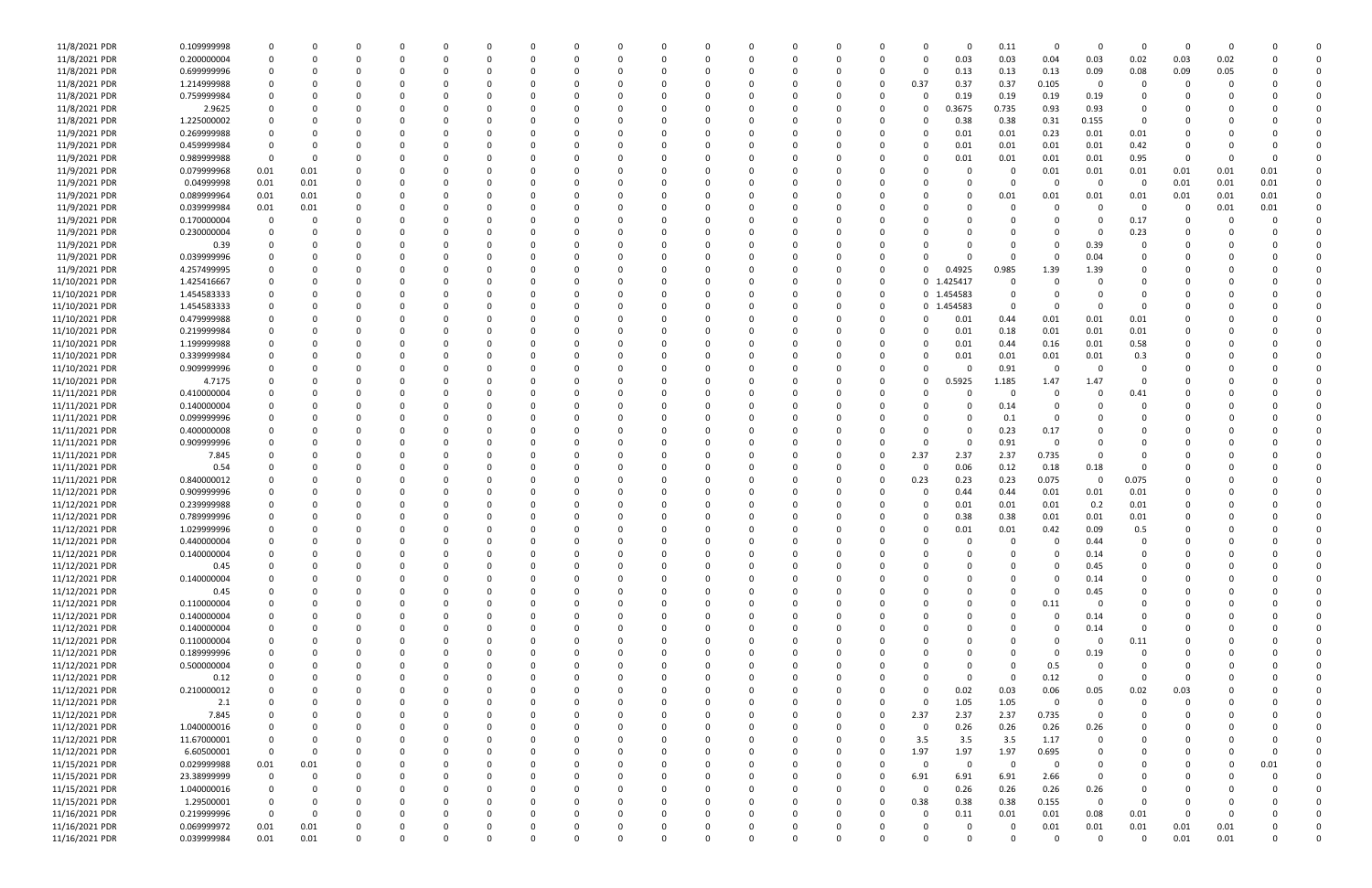| | | | | | | | | | | | | | | | | | | | | | | | | | | |
|---|---|---|---|---|---|---|---|---|---|---|---|---|---|---|---|---|---|---|---|---|---|---|---|---|---|---|
| 11/8/2021 PDR | 0.109999998 | 0 | 0 | 0 | 0 | 0 | 0 | 0 | 0 | 0 | 0 | 0 | 0 | 0 | 0 | 0 | 0 | 0 | 0.11 | 0 | 0 | 0 | 0 | 0 | 0 | 0 |
| 11/8/2021 PDR | 0.200000004 | 0 | 0 | 0 | 0 | 0 | 0 | 0 | 0 | 0 | 0 | 0 | 0 | 0 | 0 | 0 | 0 | 0.03 | 0.03 | 0.04 | 0.03 | 0.02 | 0.03 | 0.02 | 0 | 0 |
| 11/8/2021 PDR | 0.699999996 | 0 | 0 | 0 | 0 | 0 | 0 | 0 | 0 | 0 | 0 | 0 | 0 | 0 | 0 | 0 | 0 | 0.13 | 0.13 | 0.13 | 0.09 | 0.08 | 0.09 | 0.05 | 0 | 0 |
| 11/8/2021 PDR | 1.214999988 | 0 | 0 | 0 | 0 | 0 | 0 | 0 | 0 | 0 | 0 | 0 | 0 | 0 | 0 | 0 | 0.37 | 0.37 | 0.37 | 0.105 | 0 | 0 | 0 | 0 | 0 | 0 |
| 11/8/2021 PDR | 0.759999984 | 0 | 0 | 0 | 0 | 0 | 0 | 0 | 0 | 0 | 0 | 0 | 0 | 0 | 0 | 0 | 0 | 0.19 | 0.19 | 0.19 | 0.19 | 0 | 0 | 0 | 0 | 0 |
| 11/8/2021 PDR | 2.9625 | 0 | 0 | 0 | 0 | 0 | 0 | 0 | 0 | 0 | 0 | 0 | 0 | 0 | 0 | 0 | 0 | 0.3675 | 0.735 | 0.93 | 0.93 | 0 | 0 | 0 | 0 | 0 |
| 11/8/2021 PDR | 1.225000002 | 0 | 0 | 0 | 0 | 0 | 0 | 0 | 0 | 0 | 0 | 0 | 0 | 0 | 0 | 0 | 0 | 0.38 | 0.38 | 0.31 | 0.155 | 0 | 0 | 0 | 0 | 0 |
| 11/9/2021 PDR | 0.269999988 | 0 | 0 | 0 | 0 | 0 | 0 | 0 | 0 | 0 | 0 | 0 | 0 | 0 | 0 | 0 | 0 | 0.01 | 0.01 | 0.23 | 0.01 | 0.01 | 0 | 0 | 0 | 0 |
| 11/9/2021 PDR | 0.459999984 | 0 | 0 | 0 | 0 | 0 | 0 | 0 | 0 | 0 | 0 | 0 | 0 | 0 | 0 | 0 | 0 | 0.01 | 0.01 | 0.01 | 0.01 | 0.42 | 0 | 0 | 0 | 0 |
| 11/9/2021 PDR | 0.989999988 | 0 | 0 | 0 | 0 | 0 | 0 | 0 | 0 | 0 | 0 | 0 | 0 | 0 | 0 | 0 | 0 | 0.01 | 0.01 | 0.01 | 0.01 | 0.95 | 0 | 0 | 0 | 0 |
| 11/9/2021 PDR | 0.079999968 | 0.01 | 0.01 | 0 | 0 | 0 | 0 | 0 | 0 | 0 | 0 | 0 | 0 | 0 | 0 | 0 | 0 | 0 | 0 | 0.01 | 0.01 | 0.01 | 0.01 | 0.01 | 0.01 | 0 |
| 11/9/2021 PDR | 0.04999998 | 0.01 | 0.01 | 0 | 0 | 0 | 0 | 0 | 0 | 0 | 0 | 0 | 0 | 0 | 0 | 0 | 0 | 0 | 0 | 0 | 0 | 0 | 0.01 | 0.01 | 0.01 | 0 |
| 11/9/2021 PDR | 0.089999964 | 0.01 | 0.01 | 0 | 0 | 0 | 0 | 0 | 0 | 0 | 0 | 0 | 0 | 0 | 0 | 0 | 0 | 0 | 0.01 | 0.01 | 0.01 | 0.01 | 0.01 | 0.01 | 0.01 | 0 |
| 11/9/2021 PDR | 0.039999984 | 0.01 | 0.01 | 0 | 0 | 0 | 0 | 0 | 0 | 0 | 0 | 0 | 0 | 0 | 0 | 0 | 0 | 0 | 0 | 0 | 0 | 0 | 0 | 0.01 | 0.01 | 0 |
| 11/9/2021 PDR | 0.170000004 | 0 | 0 | 0 | 0 | 0 | 0 | 0 | 0 | 0 | 0 | 0 | 0 | 0 | 0 | 0 | 0 | 0 | 0 | 0 | 0 | 0.17 | 0 | 0 | 0 | 0 |
| 11/9/2021 PDR | 0.230000004 | 0 | 0 | 0 | 0 | 0 | 0 | 0 | 0 | 0 | 0 | 0 | 0 | 0 | 0 | 0 | 0 | 0 | 0 | 0 | 0 | 0.23 | 0 | 0 | 0 | 0 |
| 11/9/2021 PDR | 0.39 | 0 | 0 | 0 | 0 | 0 | 0 | 0 | 0 | 0 | 0 | 0 | 0 | 0 | 0 | 0 | 0 | 0 | 0 | 0 | 0.39 | 0 | 0 | 0 | 0 | 0 |
| 11/9/2021 PDR | 0.039999996 | 0 | 0 | 0 | 0 | 0 | 0 | 0 | 0 | 0 | 0 | 0 | 0 | 0 | 0 | 0 | 0 | 0 | 0 | 0 | 0.04 | 0 | 0 | 0 | 0 | 0 |
| 11/9/2021 PDR | 4.257499995 | 0 | 0 | 0 | 0 | 0 | 0 | 0 | 0 | 0 | 0 | 0 | 0 | 0 | 0 | 0 | 0 | 0.4925 | 0.985 | 1.39 | 1.39 | 0 | 0 | 0 | 0 | 0 |
| 11/10/2021 PDR | 1.425416667 | 0 | 0 | 0 | 0 | 0 | 0 | 0 | 0 | 0 | 0 | 0 | 0 | 0 | 0 | 0 | 0 | 1.425417 | 0 | 0 | 0 | 0 | 0 | 0 | 0 | 0 |
| 11/10/2021 PDR | 1.454583333 | 0 | 0 | 0 | 0 | 0 | 0 | 0 | 0 | 0 | 0 | 0 | 0 | 0 | 0 | 0 | 0 | 1.454583 | 0 | 0 | 0 | 0 | 0 | 0 | 0 | 0 |
| 11/10/2021 PDR | 1.454583333 | 0 | 0 | 0 | 0 | 0 | 0 | 0 | 0 | 0 | 0 | 0 | 0 | 0 | 0 | 0 | 0 | 1.454583 | 0 | 0 | 0 | 0 | 0 | 0 | 0 | 0 |
| 11/10/2021 PDR | 0.479999988 | 0 | 0 | 0 | 0 | 0 | 0 | 0 | 0 | 0 | 0 | 0 | 0 | 0 | 0 | 0 | 0 | 0.01 | 0.44 | 0.01 | 0.01 | 0.01 | 0 | 0 | 0 | 0 |
| 11/10/2021 PDR | 0.219999984 | 0 | 0 | 0 | 0 | 0 | 0 | 0 | 0 | 0 | 0 | 0 | 0 | 0 | 0 | 0 | 0 | 0.01 | 0.18 | 0.01 | 0.01 | 0.01 | 0 | 0 | 0 | 0 |
| 11/10/2021 PDR | 1.199999988 | 0 | 0 | 0 | 0 | 0 | 0 | 0 | 0 | 0 | 0 | 0 | 0 | 0 | 0 | 0 | 0 | 0.01 | 0.44 | 0.16 | 0.01 | 0.58 | 0 | 0 | 0 | 0 |
| 11/10/2021 PDR | 0.339999984 | 0 | 0 | 0 | 0 | 0 | 0 | 0 | 0 | 0 | 0 | 0 | 0 | 0 | 0 | 0 | 0 | 0.01 | 0.01 | 0.01 | 0.01 | 0.3 | 0 | 0 | 0 | 0 |
| 11/10/2021 PDR | 0.909999996 | 0 | 0 | 0 | 0 | 0 | 0 | 0 | 0 | 0 | 0 | 0 | 0 | 0 | 0 | 0 | 0 | 0 | 0.91 | 0 | 0 | 0 | 0 | 0 | 0 | 0 |
| 11/10/2021 PDR | 4.7175 | 0 | 0 | 0 | 0 | 0 | 0 | 0 | 0 | 0 | 0 | 0 | 0 | 0 | 0 | 0 | 0 | 0.5925 | 1.185 | 1.47 | 1.47 | 0 | 0 | 0 | 0 | 0 |
| 11/11/2021 PDR | 0.410000004 | 0 | 0 | 0 | 0 | 0 | 0 | 0 | 0 | 0 | 0 | 0 | 0 | 0 | 0 | 0 | 0 | 0 | 0 | 0 | 0 | 0.41 | 0 | 0 | 0 | 0 |
| 11/11/2021 PDR | 0.140000004 | 0 | 0 | 0 | 0 | 0 | 0 | 0 | 0 | 0 | 0 | 0 | 0 | 0 | 0 | 0 | 0 | 0 | 0.14 | 0 | 0 | 0 | 0 | 0 | 0 | 0 |
| 11/11/2021 PDR | 0.099999996 | 0 | 0 | 0 | 0 | 0 | 0 | 0 | 0 | 0 | 0 | 0 | 0 | 0 | 0 | 0 | 0 | 0 | 0.1 | 0 | 0 | 0 | 0 | 0 | 0 | 0 |
| 11/11/2021 PDR | 0.400000008 | 0 | 0 | 0 | 0 | 0 | 0 | 0 | 0 | 0 | 0 | 0 | 0 | 0 | 0 | 0 | 0 | 0 | 0.23 | 0.17 | 0 | 0 | 0 | 0 | 0 | 0 |
| 11/11/2021 PDR | 0.909999996 | 0 | 0 | 0 | 0 | 0 | 0 | 0 | 0 | 0 | 0 | 0 | 0 | 0 | 0 | 0 | 0 | 0 | 0.91 | 0 | 0 | 0 | 0 | 0 | 0 | 0 |
| 11/11/2021 PDR | 7.845 | 0 | 0 | 0 | 0 | 0 | 0 | 0 | 0 | 0 | 0 | 0 | 0 | 0 | 0 | 0 | 2.37 | 2.37 | 2.37 | 0.735 | 0 | 0 | 0 | 0 | 0 | 0 |
| 11/11/2021 PDR | 0.54 | 0 | 0 | 0 | 0 | 0 | 0 | 0 | 0 | 0 | 0 | 0 | 0 | 0 | 0 | 0 | 0 | 0.06 | 0.12 | 0.18 | 0.18 | 0 | 0 | 0 | 0 | 0 |
| 11/11/2021 PDR | 0.840000012 | 0 | 0 | 0 | 0 | 0 | 0 | 0 | 0 | 0 | 0 | 0 | 0 | 0 | 0 | 0 | 0.23 | 0.23 | 0.23 | 0.075 | 0 | 0.075 | 0 | 0 | 0 | 0 |
| 11/12/2021 PDR | 0.909999996 | 0 | 0 | 0 | 0 | 0 | 0 | 0 | 0 | 0 | 0 | 0 | 0 | 0 | 0 | 0 | 0 | 0.44 | 0.44 | 0.01 | 0.01 | 0.01 | 0 | 0 | 0 | 0 |
| 11/12/2021 PDR | 0.239999988 | 0 | 0 | 0 | 0 | 0 | 0 | 0 | 0 | 0 | 0 | 0 | 0 | 0 | 0 | 0 | 0 | 0.01 | 0.01 | 0.01 | 0.2 | 0.01 | 0 | 0 | 0 | 0 |
| 11/12/2021 PDR | 0.789999996 | 0 | 0 | 0 | 0 | 0 | 0 | 0 | 0 | 0 | 0 | 0 | 0 | 0 | 0 | 0 | 0 | 0.38 | 0.38 | 0.01 | 0.01 | 0.01 | 0 | 0 | 0 | 0 |
| 11/12/2021 PDR | 1.029999996 | 0 | 0 | 0 | 0 | 0 | 0 | 0 | 0 | 0 | 0 | 0 | 0 | 0 | 0 | 0 | 0 | 0.01 | 0.01 | 0.42 | 0.09 | 0.5 | 0 | 0 | 0 | 0 |
| 11/12/2021 PDR | 0.440000004 | 0 | 0 | 0 | 0 | 0 | 0 | 0 | 0 | 0 | 0 | 0 | 0 | 0 | 0 | 0 | 0 | 0 | 0 | 0 | 0.44 | 0 | 0 | 0 | 0 | 0 |
| 11/12/2021 PDR | 0.140000004 | 0 | 0 | 0 | 0 | 0 | 0 | 0 | 0 | 0 | 0 | 0 | 0 | 0 | 0 | 0 | 0 | 0 | 0 | 0 | 0.14 | 0 | 0 | 0 | 0 | 0 |
| 11/12/2021 PDR | 0.45 | 0 | 0 | 0 | 0 | 0 | 0 | 0 | 0 | 0 | 0 | 0 | 0 | 0 | 0 | 0 | 0 | 0 | 0 | 0 | 0.45 | 0 | 0 | 0 | 0 | 0 |
| 11/12/2021 PDR | 0.140000004 | 0 | 0 | 0 | 0 | 0 | 0 | 0 | 0 | 0 | 0 | 0 | 0 | 0 | 0 | 0 | 0 | 0 | 0 | 0 | 0.14 | 0 | 0 | 0 | 0 | 0 |
| 11/12/2021 PDR | 0.45 | 0 | 0 | 0 | 0 | 0 | 0 | 0 | 0 | 0 | 0 | 0 | 0 | 0 | 0 | 0 | 0 | 0 | 0 | 0 | 0.45 | 0 | 0 | 0 | 0 | 0 |
| 11/12/2021 PDR | 0.110000004 | 0 | 0 | 0 | 0 | 0 | 0 | 0 | 0 | 0 | 0 | 0 | 0 | 0 | 0 | 0 | 0 | 0 | 0 | 0.11 | 0 | 0 | 0 | 0 | 0 | 0 |
| 11/12/2021 PDR | 0.140000004 | 0 | 0 | 0 | 0 | 0 | 0 | 0 | 0 | 0 | 0 | 0 | 0 | 0 | 0 | 0 | 0 | 0 | 0 | 0 | 0.14 | 0 | 0 | 0 | 0 | 0 |
| 11/12/2021 PDR | 0.140000004 | 0 | 0 | 0 | 0 | 0 | 0 | 0 | 0 | 0 | 0 | 0 | 0 | 0 | 0 | 0 | 0 | 0 | 0 | 0 | 0.14 | 0 | 0 | 0 | 0 | 0 |
| 11/12/2021 PDR | 0.110000004 | 0 | 0 | 0 | 0 | 0 | 0 | 0 | 0 | 0 | 0 | 0 | 0 | 0 | 0 | 0 | 0 | 0 | 0 | 0 | 0 | 0.11 | 0 | 0 | 0 | 0 |
| 11/12/2021 PDR | 0.189999996 | 0 | 0 | 0 | 0 | 0 | 0 | 0 | 0 | 0 | 0 | 0 | 0 | 0 | 0 | 0 | 0 | 0 | 0 | 0 | 0.19 | 0 | 0 | 0 | 0 | 0 |
| 11/12/2021 PDR | 0.500000004 | 0 | 0 | 0 | 0 | 0 | 0 | 0 | 0 | 0 | 0 | 0 | 0 | 0 | 0 | 0 | 0 | 0 | 0 | 0.5 | 0 | 0 | 0 | 0 | 0 | 0 |
| 11/12/2021 PDR | 0.12 | 0 | 0 | 0 | 0 | 0 | 0 | 0 | 0 | 0 | 0 | 0 | 0 | 0 | 0 | 0 | 0 | 0 | 0 | 0.12 | 0 | 0 | 0 | 0 | 0 | 0 |
| 11/12/2021 PDR | 0.210000012 | 0 | 0 | 0 | 0 | 0 | 0 | 0 | 0 | 0 | 0 | 0 | 0 | 0 | 0 | 0 | 0 | 0.02 | 0.03 | 0.06 | 0.05 | 0.02 | 0.03 | 0 | 0 | 0 |
| 11/12/2021 PDR | 2.1 | 0 | 0 | 0 | 0 | 0 | 0 | 0 | 0 | 0 | 0 | 0 | 0 | 0 | 0 | 0 | 0 | 1.05 | 1.05 | 0 | 0 | 0 | 0 | 0 | 0 | 0 |
| 11/12/2021 PDR | 7.845 | 0 | 0 | 0 | 0 | 0 | 0 | 0 | 0 | 0 | 0 | 0 | 0 | 0 | 0 | 0 | 2.37 | 2.37 | 2.37 | 0.735 | 0 | 0 | 0 | 0 | 0 | 0 |
| 11/12/2021 PDR | 1.040000016 | 0 | 0 | 0 | 0 | 0 | 0 | 0 | 0 | 0 | 0 | 0 | 0 | 0 | 0 | 0 | 0 | 0.26 | 0.26 | 0.26 | 0.26 | 0 | 0 | 0 | 0 | 0 |
| 11/12/2021 PDR | 11.67000001 | 0 | 0 | 0 | 0 | 0 | 0 | 0 | 0 | 0 | 0 | 0 | 0 | 0 | 0 | 0 | 3.5 | 3.5 | 3.5 | 1.17 | 0 | 0 | 0 | 0 | 0 | 0 |
| 11/12/2021 PDR | 6.60500001 | 0 | 0 | 0 | 0 | 0 | 0 | 0 | 0 | 0 | 0 | 0 | 0 | 0 | 0 | 0 | 1.97 | 1.97 | 1.97 | 0.695 | 0 | 0 | 0 | 0 | 0 | 0 |
| 11/15/2021 PDR | 0.029999988 | 0.01 | 0.01 | 0 | 0 | 0 | 0 | 0 | 0 | 0 | 0 | 0 | 0 | 0 | 0 | 0 | 0 | 0 | 0 | 0 | 0 | 0 | 0 | 0 | 0.01 | 0 |
| 11/15/2021 PDR | 23.38999999 | 0 | 0 | 0 | 0 | 0 | 0 | 0 | 0 | 0 | 0 | 0 | 0 | 0 | 0 | 0 | 6.91 | 6.91 | 6.91 | 2.66 | 0 | 0 | 0 | 0 | 0 | 0 |
| 11/15/2021 PDR | 1.040000016 | 0 | 0 | 0 | 0 | 0 | 0 | 0 | 0 | 0 | 0 | 0 | 0 | 0 | 0 | 0 | 0 | 0.26 | 0.26 | 0.26 | 0.26 | 0 | 0 | 0 | 0 | 0 |
| 11/15/2021 PDR | 1.29500001 | 0 | 0 | 0 | 0 | 0 | 0 | 0 | 0 | 0 | 0 | 0 | 0 | 0 | 0 | 0 | 0.38 | 0.38 | 0.38 | 0.155 | 0 | 0 | 0 | 0 | 0 | 0 |
| 11/16/2021 PDR | 0.219999996 | 0 | 0 | 0 | 0 | 0 | 0 | 0 | 0 | 0 | 0 | 0 | 0 | 0 | 0 | 0 | 0 | 0.11 | 0.01 | 0.01 | 0.08 | 0.01 | 0 | 0 | 0 | 0 |
| 11/16/2021 PDR | 0.069999972 | 0.01 | 0.01 | 0 | 0 | 0 | 0 | 0 | 0 | 0 | 0 | 0 | 0 | 0 | 0 | 0 | 0 | 0 | 0 | 0.01 | 0.01 | 0.01 | 0.01 | 0.01 | 0 | 0 |
| 11/16/2021 PDR | 0.039999984 | 0.01 | 0.01 | 0 | 0 | 0 | 0 | 0 | 0 | 0 | 0 | 0 | 0 | 0 | 0 | 0 | 0 | 0 | 0 | 0 | 0 | 0 | 0.01 | 0.01 | 0 | 0 |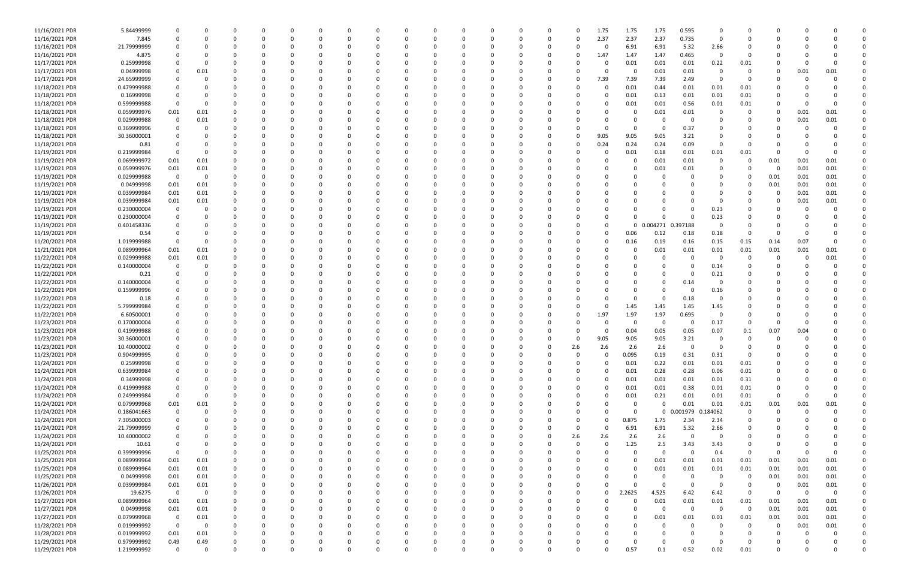| | | | | | | | | | | | | | | | | | | | | | | | | | | |
|---|---|---|---|---|---|---|---|---|---|---|---|---|---|---|---|---|---|---|---|---|---|---|---|---|---|---|
| 11/16/2021 PDR | 5.84499999 | 0 | 0 | 0 | 0 | 0 | 0 | 0 | 0 | 0 | 0 | 0 | 0 | 0 | 0 | 0 | 1.75 | 1.75 | 1.75 | 0.595 | 0 | 0 | 0 | 0 | 0 | 0 |
| 11/16/2021 PDR | 7.845 | 0 | 0 | 0 | 0 | 0 | 0 | 0 | 0 | 0 | 0 | 0 | 0 | 0 | 0 | 0 | 2.37 | 2.37 | 2.37 | 0.735 | 0 | 0 | 0 | 0 | 0 | 0 |
| 11/16/2021 PDR | 21.79999999 | 0 | 0 | 0 | 0 | 0 | 0 | 0 | 0 | 0 | 0 | 0 | 0 | 0 | 0 | 0 | 0 | 6.91 | 6.91 | 5.32 | 2.66 | 0 | 0 | 0 | 0 | 0 |
| 11/16/2021 PDR | 4.875 | 0 | 0 | 0 | 0 | 0 | 0 | 0 | 0 | 0 | 0 | 0 | 0 | 0 | 0 | 0 | 1.47 | 1.47 | 1.47 | 0.465 | 0 | 0 | 0 | 0 | 0 | 0 |
| 11/17/2021 PDR | 0.25999998 | 0 | 0 | 0 | 0 | 0 | 0 | 0 | 0 | 0 | 0 | 0 | 0 | 0 | 0 | 0 | 0 | 0.01 | 0.01 | 0.01 | 0.22 | 0.01 | 0 | 0 | 0 | 0 |
| 11/17/2021 PDR | 0.04999998 | 0 | 0.01 | 0 | 0 | 0 | 0 | 0 | 0 | 0 | 0 | 0 | 0 | 0 | 0 | 0 | 0 | 0 | 0.01 | 0.01 | 0 | 0 | 0 | 0.01 | 0.01 | 0 |
| 11/17/2021 PDR | 24.65999999 | 0 | 0 | 0 | 0 | 0 | 0 | 0 | 0 | 0 | 0 | 0 | 0 | 0 | 0 | 0 | 7.39 | 7.39 | 7.39 | 2.49 | 0 | 0 | 0 | 0 | 0 | 0 |
| 11/18/2021 PDR | 0.479999988 | 0 | 0 | 0 | 0 | 0 | 0 | 0 | 0 | 0 | 0 | 0 | 0 | 0 | 0 | 0 | 0 | 0.01 | 0.44 | 0.01 | 0.01 | 0.01 | 0 | 0 | 0 | 0 |
| 11/18/2021 PDR | 0.16999998 | 0 | 0 | 0 | 0 | 0 | 0 | 0 | 0 | 0 | 0 | 0 | 0 | 0 | 0 | 0 | 0 | 0.01 | 0.13 | 0.01 | 0.01 | 0.01 | 0 | 0 | 0 | 0 |
| 11/18/2021 PDR | 0.599999988 | 0 | 0 | 0 | 0 | 0 | 0 | 0 | 0 | 0 | 0 | 0 | 0 | 0 | 0 | 0 | 0 | 0.01 | 0.01 | 0.56 | 0.01 | 0.01 | 0 | 0 | 0 | 0 |
| 11/18/2021 PDR | 0.059999976 | 0.01 | 0.01 | 0 | 0 | 0 | 0 | 0 | 0 | 0 | 0 | 0 | 0 | 0 | 0 | 0 | 0 | 0 | 0.01 | 0.01 | 0 | 0 | 0 | 0.01 | 0.01 | 0 |
| 11/18/2021 PDR | 0.029999988 | 0 | 0.01 | 0 | 0 | 0 | 0 | 0 | 0 | 0 | 0 | 0 | 0 | 0 | 0 | 0 | 0 | 0 | 0 | 0 | 0 | 0 | 0 | 0.01 | 0.01 | 0 |
| 11/18/2021 PDR | 0.369999996 | 0 | 0 | 0 | 0 | 0 | 0 | 0 | 0 | 0 | 0 | 0 | 0 | 0 | 0 | 0 | 0 | 0 | 0 | 0.37 | 0 | 0 | 0 | 0 | 0 | 0 |
| 11/18/2021 PDR | 30.36000001 | 0 | 0 | 0 | 0 | 0 | 0 | 0 | 0 | 0 | 0 | 0 | 0 | 0 | 0 | 0 | 9.05 | 9.05 | 9.05 | 3.21 | 0 | 0 | 0 | 0 | 0 | 0 |
| 11/18/2021 PDR | 0.81 | 0 | 0 | 0 | 0 | 0 | 0 | 0 | 0 | 0 | 0 | 0 | 0 | 0 | 0 | 0 | 0.24 | 0.24 | 0.24 | 0.09 | 0 | 0 | 0 | 0 | 0 | 0 |
| 11/19/2021 PDR | 0.219999984 | 0 | 0 | 0 | 0 | 0 | 0 | 0 | 0 | 0 | 0 | 0 | 0 | 0 | 0 | 0 | 0 | 0.01 | 0.18 | 0.01 | 0.01 | 0.01 | 0 | 0 | 0 | 0 |
| 11/19/2021 PDR | 0.069999972 | 0.01 | 0.01 | 0 | 0 | 0 | 0 | 0 | 0 | 0 | 0 | 0 | 0 | 0 | 0 | 0 | 0 | 0 | 0.01 | 0.01 | 0 | 0 | 0.01 | 0.01 | 0.01 | 0 |
| 11/19/2021 PDR | 0.059999976 | 0.01 | 0.01 | 0 | 0 | 0 | 0 | 0 | 0 | 0 | 0 | 0 | 0 | 0 | 0 | 0 | 0 | 0 | 0.01 | 0.01 | 0 | 0 | 0 | 0.01 | 0.01 | 0 |
| 11/19/2021 PDR | 0.029999988 | 0 | 0 | 0 | 0 | 0 | 0 | 0 | 0 | 0 | 0 | 0 | 0 | 0 | 0 | 0 | 0 | 0 | 0 | 0 | 0 | 0 | 0.01 | 0.01 | 0.01 | 0 |
| 11/19/2021 PDR | 0.04999998 | 0.01 | 0.01 | 0 | 0 | 0 | 0 | 0 | 0 | 0 | 0 | 0 | 0 | 0 | 0 | 0 | 0 | 0 | 0 | 0 | 0 | 0 | 0.01 | 0.01 | 0.01 | 0 |
| 11/19/2021 PDR | 0.039999984 | 0.01 | 0.01 | 0 | 0 | 0 | 0 | 0 | 0 | 0 | 0 | 0 | 0 | 0 | 0 | 0 | 0 | 0 | 0 | 0 | 0 | 0 | 0 | 0.01 | 0.01 | 0 |
| 11/19/2021 PDR | 0.039999984 | 0.01 | 0.01 | 0 | 0 | 0 | 0 | 0 | 0 | 0 | 0 | 0 | 0 | 0 | 0 | 0 | 0 | 0 | 0 | 0 | 0 | 0 | 0 | 0.01 | 0.01 | 0 |
| 11/19/2021 PDR | 0.230000004 | 0 | 0 | 0 | 0 | 0 | 0 | 0 | 0 | 0 | 0 | 0 | 0 | 0 | 0 | 0 | 0 | 0 | 0 | 0 | 0.23 | 0 | 0 | 0 | 0 | 0 |
| 11/19/2021 PDR | 0.230000004 | 0 | 0 | 0 | 0 | 0 | 0 | 0 | 0 | 0 | 0 | 0 | 0 | 0 | 0 | 0 | 0 | 0 | 0 | 0 | 0.23 | 0 | 0 | 0 | 0 | 0 |
| 11/19/2021 PDR | 0.401458336 | 0 | 0 | 0 | 0 | 0 | 0 | 0 | 0 | 0 | 0 | 0 | 0 | 0 | 0 | 0 | 0 | 0 | 0.004271 | 0.397188 | 0 | 0 | 0 | 0 | 0 | 0 |
| 11/19/2021 PDR | 0.54 | 0 | 0 | 0 | 0 | 0 | 0 | 0 | 0 | 0 | 0 | 0 | 0 | 0 | 0 | 0 | 0 | 0.06 | 0.12 | 0.18 | 0.18 | 0 | 0 | 0 | 0 | 0 |
| 11/20/2021 PDR | 1.019999988 | 0 | 0 | 0 | 0 | 0 | 0 | 0 | 0 | 0 | 0 | 0 | 0 | 0 | 0 | 0 | 0 | 0.16 | 0.19 | 0.16 | 0.15 | 0.15 | 0.14 | 0.07 | 0 | 0 |
| 11/21/2021 PDR | 0.089999964 | 0.01 | 0.01 | 0 | 0 | 0 | 0 | 0 | 0 | 0 | 0 | 0 | 0 | 0 | 0 | 0 | 0 | 0 | 0.01 | 0.01 | 0.01 | 0.01 | 0.01 | 0.01 | 0.01 | 0 |
| 11/22/2021 PDR | 0.029999988 | 0.01 | 0.01 | 0 | 0 | 0 | 0 | 0 | 0 | 0 | 0 | 0 | 0 | 0 | 0 | 0 | 0 | 0 | 0 | 0 | 0 | 0 | 0 | 0 | 0.01 | 0 |
| 11/22/2021 PDR | 0.140000004 | 0 | 0 | 0 | 0 | 0 | 0 | 0 | 0 | 0 | 0 | 0 | 0 | 0 | 0 | 0 | 0 | 0 | 0 | 0 | 0.14 | 0 | 0 | 0 | 0 | 0 |
| 11/22/2021 PDR | 0.21 | 0 | 0 | 0 | 0 | 0 | 0 | 0 | 0 | 0 | 0 | 0 | 0 | 0 | 0 | 0 | 0 | 0 | 0 | 0 | 0.21 | 0 | 0 | 0 | 0 | 0 |
| 11/22/2021 PDR | 0.140000004 | 0 | 0 | 0 | 0 | 0 | 0 | 0 | 0 | 0 | 0 | 0 | 0 | 0 | 0 | 0 | 0 | 0 | 0 | 0.14 | 0 | 0 | 0 | 0 | 0 | 0 |
| 11/22/2021 PDR | 0.159999996 | 0 | 0 | 0 | 0 | 0 | 0 | 0 | 0 | 0 | 0 | 0 | 0 | 0 | 0 | 0 | 0 | 0 | 0 | 0 | 0.16 | 0 | 0 | 0 | 0 | 0 |
| 11/22/2021 PDR | 0.18 | 0 | 0 | 0 | 0 | 0 | 0 | 0 | 0 | 0 | 0 | 0 | 0 | 0 | 0 | 0 | 0 | 0 | 0 | 0.18 | 0 | 0 | 0 | 0 | 0 | 0 |
| 11/22/2021 PDR | 5.799999984 | 0 | 0 | 0 | 0 | 0 | 0 | 0 | 0 | 0 | 0 | 0 | 0 | 0 | 0 | 0 | 0 | 1.45 | 1.45 | 1.45 | 1.45 | 0 | 0 | 0 | 0 | 0 |
| 11/22/2021 PDR | 6.60500001 | 0 | 0 | 0 | 0 | 0 | 0 | 0 | 0 | 0 | 0 | 0 | 0 | 0 | 0 | 0 | 1.97 | 1.97 | 1.97 | 0.695 | 0 | 0 | 0 | 0 | 0 | 0 |
| 11/23/2021 PDR | 0.170000004 | 0 | 0 | 0 | 0 | 0 | 0 | 0 | 0 | 0 | 0 | 0 | 0 | 0 | 0 | 0 | 0 | 0 | 0 | 0 | 0.17 | 0 | 0 | 0 | 0 | 0 |
| 11/23/2021 PDR | 0.419999988 | 0 | 0 | 0 | 0 | 0 | 0 | 0 | 0 | 0 | 0 | 0 | 0 | 0 | 0 | 0 | 0 | 0.04 | 0.05 | 0.05 | 0.07 | 0.1 | 0.07 | 0.04 | 0 | 0 |
| 11/23/2021 PDR | 30.36000001 | 0 | 0 | 0 | 0 | 0 | 0 | 0 | 0 | 0 | 0 | 0 | 0 | 0 | 0 | 0 | 9.05 | 9.05 | 9.05 | 3.21 | 0 | 0 | 0 | 0 | 0 | 0 |
| 11/23/2021 PDR | 10.40000002 | 0 | 0 | 0 | 0 | 0 | 0 | 0 | 0 | 0 | 0 | 0 | 0 | 0 | 0 | 2.6 | 2.6 | 2.6 | 2.6 | 0 | 0 | 0 | 0 | 0 | 0 | 0 |
| 11/23/2021 PDR | 0.904999995 | 0 | 0 | 0 | 0 | 0 | 0 | 0 | 0 | 0 | 0 | 0 | 0 | 0 | 0 | 0 | 0 | 0.095 | 0.19 | 0.31 | 0.31 | 0 | 0 | 0 | 0 | 0 |
| 11/24/2021 PDR | 0.25999998 | 0 | 0 | 0 | 0 | 0 | 0 | 0 | 0 | 0 | 0 | 0 | 0 | 0 | 0 | 0 | 0 | 0.01 | 0.22 | 0.01 | 0.01 | 0.01 | 0 | 0 | 0 | 0 |
| 11/24/2021 PDR | 0.639999984 | 0 | 0 | 0 | 0 | 0 | 0 | 0 | 0 | 0 | 0 | 0 | 0 | 0 | 0 | 0 | 0 | 0.01 | 0.28 | 0.28 | 0.06 | 0.01 | 0 | 0 | 0 | 0 |
| 11/24/2021 PDR | 0.34999998 | 0 | 0 | 0 | 0 | 0 | 0 | 0 | 0 | 0 | 0 | 0 | 0 | 0 | 0 | 0 | 0 | 0.01 | 0.01 | 0.01 | 0.01 | 0.31 | 0 | 0 | 0 | 0 |
| 11/24/2021 PDR | 0.419999988 | 0 | 0 | 0 | 0 | 0 | 0 | 0 | 0 | 0 | 0 | 0 | 0 | 0 | 0 | 0 | 0 | 0.01 | 0.01 | 0.38 | 0.01 | 0.01 | 0 | 0 | 0 | 0 |
| 11/24/2021 PDR | 0.249999984 | 0 | 0 | 0 | 0 | 0 | 0 | 0 | 0 | 0 | 0 | 0 | 0 | 0 | 0 | 0 | 0 | 0.01 | 0.21 | 0.01 | 0.01 | 0.01 | 0 | 0 | 0 | 0 |
| 11/24/2021 PDR | 0.079999968 | 0.01 | 0.01 | 0 | 0 | 0 | 0 | 0 | 0 | 0 | 0 | 0 | 0 | 0 | 0 | 0 | 0 | 0 | 0 | 0.01 | 0.01 | 0.01 | 0.01 | 0.01 | 0.01 | 0 |
| 11/24/2021 PDR | 0.186041663 | 0 | 0 | 0 | 0 | 0 | 0 | 0 | 0 | 0 | 0 | 0 | 0 | 0 | 0 | 0 | 0 | 0 | 0 | 0.001979 | 0.184062 | 0 | 0 | 0 | 0 | 0 |
| 11/24/2021 PDR | 7.305000003 | 0 | 0 | 0 | 0 | 0 | 0 | 0 | 0 | 0 | 0 | 0 | 0 | 0 | 0 | 0 | 0 | 0.875 | 1.75 | 2.34 | 2.34 | 0 | 0 | 0 | 0 | 0 |
| 11/24/2021 PDR | 21.79999999 | 0 | 0 | 0 | 0 | 0 | 0 | 0 | 0 | 0 | 0 | 0 | 0 | 0 | 0 | 0 | 0 | 6.91 | 6.91 | 5.32 | 2.66 | 0 | 0 | 0 | 0 | 0 |
| 11/24/2021 PDR | 10.40000002 | 0 | 0 | 0 | 0 | 0 | 0 | 0 | 0 | 0 | 0 | 0 | 0 | 0 | 0 | 2.6 | 2.6 | 2.6 | 2.6 | 0 | 0 | 0 | 0 | 0 | 0 | 0 |
| 11/24/2021 PDR | 10.61 | 0 | 0 | 0 | 0 | 0 | 0 | 0 | 0 | 0 | 0 | 0 | 0 | 0 | 0 | 0 | 0 | 1.25 | 2.5 | 3.43 | 3.43 | 0 | 0 | 0 | 0 | 0 |
| 11/25/2021 PDR | 0.399999996 | 0 | 0 | 0 | 0 | 0 | 0 | 0 | 0 | 0 | 0 | 0 | 0 | 0 | 0 | 0 | 0 | 0 | 0 | 0 | 0.4 | 0 | 0 | 0 | 0 | 0 |
| 11/25/2021 PDR | 0.089999964 | 0.01 | 0.01 | 0 | 0 | 0 | 0 | 0 | 0 | 0 | 0 | 0 | 0 | 0 | 0 | 0 | 0 | 0 | 0.01 | 0.01 | 0.01 | 0.01 | 0.01 | 0.01 | 0.01 | 0 |
| 11/25/2021 PDR | 0.089999964 | 0.01 | 0.01 | 0 | 0 | 0 | 0 | 0 | 0 | 0 | 0 | 0 | 0 | 0 | 0 | 0 | 0 | 0 | 0.01 | 0.01 | 0.01 | 0.01 | 0.01 | 0.01 | 0.01 | 0 |
| 11/25/2021 PDR | 0.04999998 | 0.01 | 0.01 | 0 | 0 | 0 | 0 | 0 | 0 | 0 | 0 | 0 | 0 | 0 | 0 | 0 | 0 | 0 | 0 | 0 | 0 | 0 | 0.01 | 0.01 | 0.01 | 0 |
| 11/26/2021 PDR | 0.039999984 | 0.01 | 0.01 | 0 | 0 | 0 | 0 | 0 | 0 | 0 | 0 | 0 | 0 | 0 | 0 | 0 | 0 | 0 | 0 | 0 | 0 | 0 | 0 | 0.01 | 0.01 | 0 |
| 11/26/2021 PDR | 19.6275 | 0 | 0 | 0 | 0 | 0 | 0 | 0 | 0 | 0 | 0 | 0 | 0 | 0 | 0 | 0 | 0 | 2.2625 | 4.525 | 6.42 | 6.42 | 0 | 0 | 0 | 0 | 0 |
| 11/27/2021 PDR | 0.089999964 | 0.01 | 0.01 | 0 | 0 | 0 | 0 | 0 | 0 | 0 | 0 | 0 | 0 | 0 | 0 | 0 | 0 | 0 | 0.01 | 0.01 | 0.01 | 0.01 | 0.01 | 0.01 | 0.01 | 0 |
| 11/27/2021 PDR | 0.04999998 | 0.01 | 0.01 | 0 | 0 | 0 | 0 | 0 | 0 | 0 | 0 | 0 | 0 | 0 | 0 | 0 | 0 | 0 | 0 | 0 | 0 | 0 | 0.01 | 0.01 | 0.01 | 0 |
| 11/27/2021 PDR | 0.079999968 | 0 | 0.01 | 0 | 0 | 0 | 0 | 0 | 0 | 0 | 0 | 0 | 0 | 0 | 0 | 0 | 0 | 0 | 0.01 | 0.01 | 0.01 | 0.01 | 0.01 | 0.01 | 0.01 | 0 |
| 11/28/2021 PDR | 0.019999992 | 0 | 0 | 0 | 0 | 0 | 0 | 0 | 0 | 0 | 0 | 0 | 0 | 0 | 0 | 0 | 0 | 0 | 0 | 0 | 0 | 0 | 0 | 0.01 | 0.01 | 0 |
| 11/28/2021 PDR | 0.019999992 | 0.01 | 0.01 | 0 | 0 | 0 | 0 | 0 | 0 | 0 | 0 | 0 | 0 | 0 | 0 | 0 | 0 | 0 | 0 | 0 | 0 | 0 | 0 | 0 | 0 | 0 |
| 11/29/2021 PDR | 0.979999992 | 0.49 | 0.49 | 0 | 0 | 0 | 0 | 0 | 0 | 0 | 0 | 0 | 0 | 0 | 0 | 0 | 0 | 0 | 0 | 0 | 0 | 0 | 0 | 0 | 0 | 0 |
| 11/29/2021 PDR | 1.219999992 | 0 | 0 | 0 | 0 | 0 | 0 | 0 | 0 | 0 | 0 | 0 | 0 | 0 | 0 | 0 | 0 | 0.57 | 0.1 | 0.52 | 0.02 | 0.01 | 0 | 0 | 0 | 0 |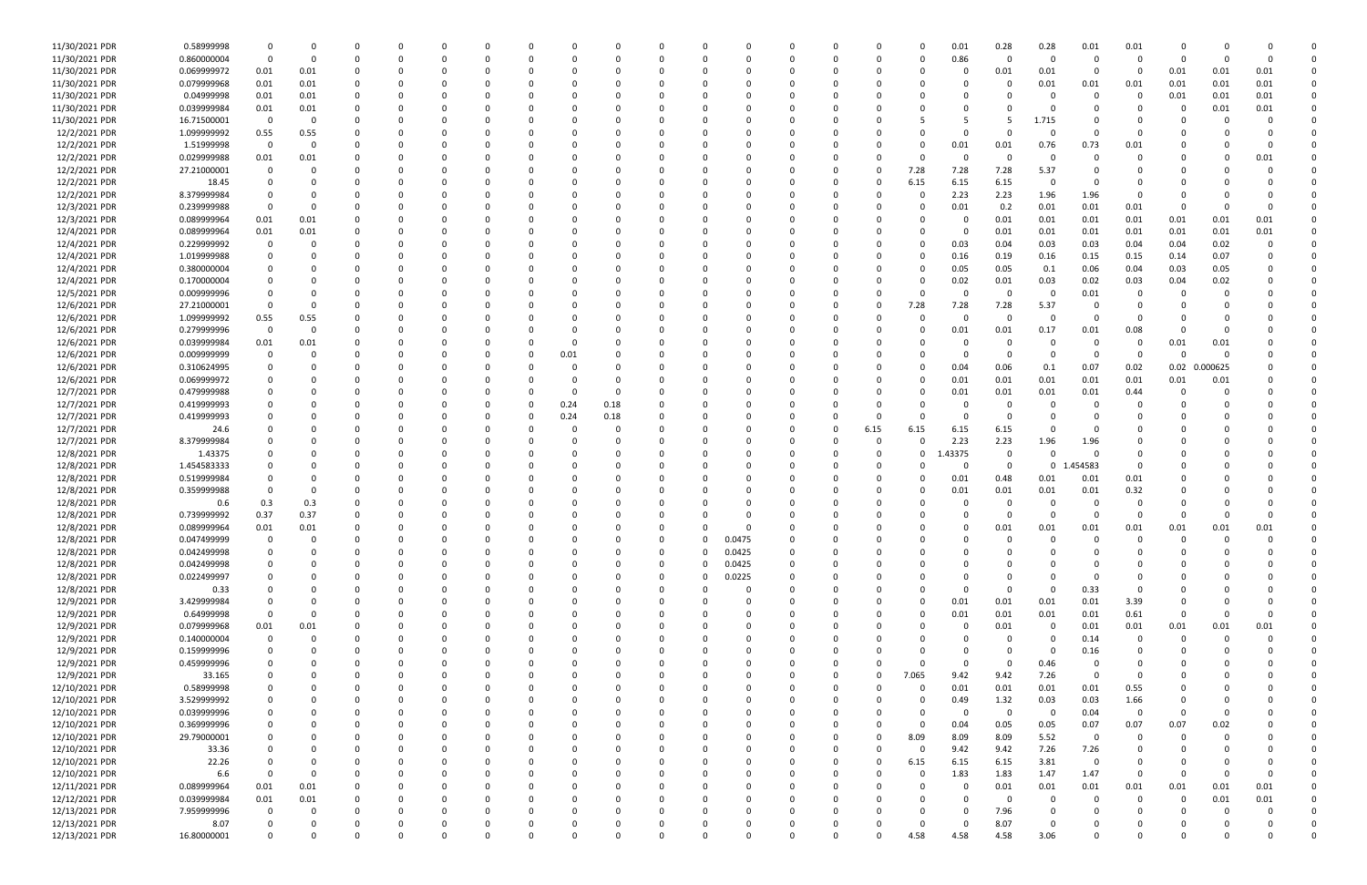| | | | | | | | | | | | | | | | | | | | | | | | | | | | | | | |
|---|---|---|---|---|---|---|---|---|---|---|---|---|---|---|---|---|---|---|---|---|---|---|---|---|---|---|---|---|---|---|
| 11/30/2021 PDR | 0.58999998 | 0 | 0 | 0 | 0 | 0 | 0 | 0 | 0 | 0 | 0 | 0 | 0 | 0 | 0 | 0 | 0 | 0 | 0 | 0 | 0.01 | 0.28 | 0.28 | 0.01 | 0.01 | 0 | 0 | 0 | 0 | 0 |
| 11/30/2021 PDR | 0.860000004 | 0 | 0 | 0 | 0 | 0 | 0 | 0 | 0 | 0 | 0 | 0 | 0 | 0 | 0 | 0 | 0 | 0 | 0 | 0 | 0.86 | 0 | 0 | 0 | 0 | 0 | 0 | 0 | 0 | 0 |
| 11/30/2021 PDR | 0.069999972 | 0.01 | 0.01 | 0 | 0 | 0 | 0 | 0 | 0 | 0 | 0 | 0 | 0 | 0 | 0 | 0 | 0 | 0 | 0 | 0 | 0 | 0.01 | 0.01 | 0 | 0 | 0.01 | 0.01 | 0.01 | 0 | 0 |
| 11/30/2021 PDR | 0.079999968 | 0.01 | 0.01 | 0 | 0 | 0 | 0 | 0 | 0 | 0 | 0 | 0 | 0 | 0 | 0 | 0 | 0 | 0 | 0 | 0 | 0 | 0.01 | 0.01 | 0.01 | 0.01 | 0.01 | 0.01 | 0 | 0 | 0 |
| 11/30/2021 PDR | 0.04999998 | 0.01 | 0.01 | 0 | 0 | 0 | 0 | 0 | 0 | 0 | 0 | 0 | 0 | 0 | 0 | 0 | 0 | 0 | 0 | 0 | 0 | 0 | 0 | 0 | 0 | 0.01 | 0.01 | 0.01 | 0 | 0 |
| 11/30/2021 PDR | 0.039999984 | 0.01 | 0.01 | 0 | 0 | 0 | 0 | 0 | 0 | 0 | 0 | 0 | 0 | 0 | 0 | 0 | 0 | 0 | 0 | 0 | 0 | 0 | 0 | 0 | 0 | 0 | 0.01 | 0.01 | 0 | 0 |
| 11/30/2021 PDR | 16.71500001 | 0 | 0 | 0 | 0 | 0 | 0 | 0 | 0 | 0 | 0 | 0 | 0 | 0 | 0 | 0 | 0 | 0 | 0 | 5 | 5 | 5 | 1.715 | 0 | 0 | 0 | 0 | 0 | 0 | 0 |
| 12/2/2021 PDR | 1.099999992 | 0.55 | 0.55 | 0 | 0 | 0 | 0 | 0 | 0 | 0 | 0 | 0 | 0 | 0 | 0 | 0 | 0 | 0 | 0 | 0 | 0 | 0 | 0 | 0 | 0 | 0 | 0 | 0 | 0 | 0 |
| 12/2/2021 PDR | 1.51999998 | 0 | 0 | 0 | 0 | 0 | 0 | 0 | 0 | 0 | 0 | 0 | 0 | 0 | 0 | 0 | 0 | 0 | 0 | 0 | 0.01 | 0.01 | 0.76 | 0.73 | 0.01 | 0 | 0 | 0 | 0 | 0 |
| 12/2/2021 PDR | 0.029999988 | 0.01 | 0.01 | 0 | 0 | 0 | 0 | 0 | 0 | 0 | 0 | 0 | 0 | 0 | 0 | 0 | 0 | 0 | 0 | 0 | 0 | 0 | 0 | 0 | 0 | 0 | 0 | 0.01 | 0 | 0 |
| 12/2/2021 PDR | 27.21000001 | 0 | 0 | 0 | 0 | 0 | 0 | 0 | 0 | 0 | 0 | 0 | 0 | 0 | 0 | 0 | 0 | 0 | 0 | 7.28 | 7.28 | 7.28 | 5.37 | 0 | 0 | 0 | 0 | 0 | 0 | 0 |
| 12/2/2021 PDR | 18.45 | 0 | 0 | 0 | 0 | 0 | 0 | 0 | 0 | 0 | 0 | 0 | 0 | 0 | 0 | 0 | 0 | 0 | 0 | 6.15 | 6.15 | 6.15 | 0 | 0 | 0 | 0 | 0 | 0 | 0 | 0 |
| 12/2/2021 PDR | 8.379999984 | 0 | 0 | 0 | 0 | 0 | 0 | 0 | 0 | 0 | 0 | 0 | 0 | 0 | 0 | 0 | 0 | 0 | 0 | 0 | 2.23 | 2.23 | 1.96 | 1.96 | 0 | 0 | 0 | 0 | 0 | 0 |
| 12/2/2021 PDR | 0.239999988 | 0 | 0 | 0 | 0 | 0 | 0 | 0 | 0 | 0 | 0 | 0 | 0 | 0 | 0 | 0 | 0 | 0 | 0 | 0 | 0.01 | 0.2 | 0.01 | 0.01 | 0.01 | 0 | 0 | 0 | 0 | 0 |
| 12/3/2021 PDR | 0.089999964 | 0.01 | 0.01 | 0 | 0 | 0 | 0 | 0 | 0 | 0 | 0 | 0 | 0 | 0 | 0 | 0 | 0 | 0 | 0 | 0 | 0 | 0.01 | 0.01 | 0.01 | 0.01 | 0.01 | 0.01 | 0.01 | 0 | 0 |
| 12/4/2021 PDR | 0.089999964 | 0.01 | 0.01 | 0 | 0 | 0 | 0 | 0 | 0 | 0 | 0 | 0 | 0 | 0 | 0 | 0 | 0 | 0 | 0 | 0 | 0 | 0.01 | 0.01 | 0.01 | 0.01 | 0.01 | 0.01 | 0.01 | 0 | 0 |
| 12/4/2021 PDR | 0.229999992 | 0 | 0 | 0 | 0 | 0 | 0 | 0 | 0 | 0 | 0 | 0 | 0 | 0 | 0 | 0 | 0 | 0 | 0 | 0 | 0.03 | 0.04 | 0.03 | 0.03 | 0.04 | 0.04 | 0.02 | 0 | 0 | 0 |
| 12/4/2021 PDR | 1.019999988 | 0 | 0 | 0 | 0 | 0 | 0 | 0 | 0 | 0 | 0 | 0 | 0 | 0 | 0 | 0 | 0 | 0 | 0 | 0 | 0.16 | 0.19 | 0.16 | 0.15 | 0.15 | 0.14 | 0.07 | 0 | 0 | 0 |
| 12/4/2021 PDR | 0.380000004 | 0 | 0 | 0 | 0 | 0 | 0 | 0 | 0 | 0 | 0 | 0 | 0 | 0 | 0 | 0 | 0 | 0 | 0 | 0 | 0.05 | 0.05 | 0.1 | 0.06 | 0.04 | 0.03 | 0.05 | 0 | 0 | 0 |
| 12/4/2021 PDR | 0.170000004 | 0 | 0 | 0 | 0 | 0 | 0 | 0 | 0 | 0 | 0 | 0 | 0 | 0 | 0 | 0 | 0 | 0 | 0 | 0 | 0.02 | 0.01 | 0.03 | 0.02 | 0.03 | 0.04 | 0.02 | 0 | 0 | 0 |
| 12/5/2021 PDR | 0.009999996 | 0 | 0 | 0 | 0 | 0 | 0 | 0 | 0 | 0 | 0 | 0 | 0 | 0 | 0 | 0 | 0 | 0 | 0 | 0 | 0 | 0 | 0 | 0.01 | 0 | 0 | 0 | 0 | 0 | 0 |
| 12/6/2021 PDR | 27.21000001 | 0 | 0 | 0 | 0 | 0 | 0 | 0 | 0 | 0 | 0 | 0 | 0 | 0 | 0 | 0 | 0 | 0 | 0 | 7.28 | 7.28 | 7.28 | 5.37 | 0 | 0 | 0 | 0 | 0 | 0 | 0 |
| 12/6/2021 PDR | 1.099999992 | 0.55 | 0.55 | 0 | 0 | 0 | 0 | 0 | 0 | 0 | 0 | 0 | 0 | 0 | 0 | 0 | 0 | 0 | 0 | 0 | 0 | 0 | 0 | 0 | 0 | 0 | 0 | 0 | 0 | 0 |
| 12/6/2021 PDR | 0.279999996 | 0 | 0 | 0 | 0 | 0 | 0 | 0 | 0 | 0 | 0 | 0 | 0 | 0 | 0 | 0 | 0 | 0 | 0 | 0 | 0.01 | 0.01 | 0.17 | 0.01 | 0.08 | 0 | 0 | 0 | 0 | 0 |
| 12/6/2021 PDR | 0.039999984 | 0.01 | 0.01 | 0 | 0 | 0 | 0 | 0 | 0 | 0 | 0 | 0 | 0 | 0 | 0 | 0 | 0 | 0 | 0 | 0 | 0 | 0 | 0 | 0 | 0 | 0.01 | 0.01 | 0 | 0 | 0 |
| 12/6/2021 PDR | 0.009999999 | 0 | 0 | 0 | 0 | 0 | 0 | 0.01 | 0 | 0 | 0 | 0 | 0 | 0 | 0 | 0 | 0 | 0 | 0 | 0 | 0 | 0 | 0 | 0 | 0 | 0 | 0 | 0 | 0 | 0 |
| 12/6/2021 PDR | 0.310624995 | 0 | 0 | 0 | 0 | 0 | 0 | 0 | 0 | 0 | 0 | 0 | 0 | 0 | 0 | 0 | 0 | 0 | 0 | 0 | 0.04 | 0.06 | 0.1 | 0.07 | 0.02 | 0.02 | 0.000625 | 0 | 0 | 0 |
| 12/6/2021 PDR | 0.069999972 | 0 | 0 | 0 | 0 | 0 | 0 | 0 | 0 | 0 | 0 | 0 | 0 | 0 | 0 | 0 | 0 | 0 | 0 | 0 | 0.01 | 0.01 | 0.01 | 0.01 | 0.01 | 0.01 | 0.01 | 0 | 0 | 0 |
| 12/7/2021 PDR | 0.479999988 | 0 | 0 | 0 | 0 | 0 | 0 | 0 | 0 | 0 | 0 | 0 | 0 | 0 | 0 | 0 | 0 | 0 | 0 | 0 | 0.01 | 0.01 | 0.01 | 0.01 | 0.44 | 0 | 0 | 0 | 0 | 0 |
| 12/7/2021 PDR | 0.419999993 | 0 | 0 | 0 | 0 | 0 | 0 | 0.24 | 0.18 | 0 | 0 | 0 | 0 | 0 | 0 | 0 | 0 | 0 | 0 | 0 | 0 | 0 | 0 | 0 | 0 | 0 | 0 | 0 | 0 | 0 |
| 12/7/2021 PDR | 0.419999993 | 0 | 0 | 0 | 0 | 0 | 0 | 0.24 | 0.18 | 0 | 0 | 0 | 0 | 0 | 0 | 0 | 0 | 0 | 0 | 0 | 0 | 0 | 0 | 0 | 0 | 0 | 0 | 0 | 0 | 0 |
| 12/7/2021 PDR | 24.6 | 0 | 0 | 0 | 0 | 0 | 0 | 0 | 0 | 0 | 0 | 0 | 0 | 0 | 0 | 0 | 0 | 0 | 0 | 6.15 | 6.15 | 6.15 | 6.15 | 0 | 0 | 0 | 0 | 0 | 0 | 0 |
| 12/7/2021 PDR | 8.379999984 | 0 | 0 | 0 | 0 | 0 | 0 | 0 | 0 | 0 | 0 | 0 | 0 | 0 | 0 | 0 | 0 | 0 | 0 | 0 | 2.23 | 2.23 | 1.96 | 1.96 | 0 | 0 | 0 | 0 | 0 | 0 |
| 12/8/2021 PDR | 1.43375 | 0 | 0 | 0 | 0 | 0 | 0 | 0 | 0 | 0 | 0 | 0 | 0 | 0 | 0 | 0 | 0 | 0 | 0 | 0 | 1.43375 | 0 | 0 | 0 | 0 | 0 | 0 | 0 | 0 | 0 |
| 12/8/2021 PDR | 1.454583333 | 0 | 0 | 0 | 0 | 0 | 0 | 0 | 0 | 0 | 0 | 0 | 0 | 0 | 0 | 0 | 0 | 0 | 0 | 0 | 0 | 0 | 0 | 1.454583 | 0 | 0 | 0 | 0 | 0 | 0 |
| 12/8/2021 PDR | 0.519999984 | 0 | 0 | 0 | 0 | 0 | 0 | 0 | 0 | 0 | 0 | 0 | 0 | 0 | 0 | 0 | 0 | 0 | 0 | 0 | 0.01 | 0.48 | 0.01 | 0.01 | 0.01 | 0 | 0 | 0 | 0 | 0 |
| 12/8/2021 PDR | 0.359999988 | 0 | 0 | 0 | 0 | 0 | 0 | 0 | 0 | 0 | 0 | 0 | 0 | 0 | 0 | 0 | 0 | 0 | 0 | 0 | 0.01 | 0.01 | 0.01 | 0.01 | 0.32 | 0 | 0 | 0 | 0 | 0 |
| 12/8/2021 PDR | 0.6 | 0.3 | 0.3 | 0 | 0 | 0 | 0 | 0 | 0 | 0 | 0 | 0 | 0 | 0 | 0 | 0 | 0 | 0 | 0 | 0 | 0 | 0 | 0 | 0 | 0 | 0 | 0 | 0 | 0 | 0 |
| 12/8/2021 PDR | 0.739999992 | 0.37 | 0.37 | 0 | 0 | 0 | 0 | 0 | 0 | 0 | 0 | 0 | 0 | 0 | 0 | 0 | 0 | 0 | 0 | 0 | 0 | 0 | 0 | 0 | 0 | 0 | 0 | 0 | 0 | 0 |
| 12/8/2021 PDR | 0.089999964 | 0.01 | 0.01 | 0 | 0 | 0 | 0 | 0 | 0 | 0 | 0 | 0 | 0 | 0 | 0 | 0 | 0 | 0 | 0 | 0 | 0 | 0.01 | 0.01 | 0.01 | 0.01 | 0.01 | 0.01 | 0.01 | 0 | 0 |
| 12/8/2021 PDR | 0.047499999 | 0 | 0 | 0 | 0 | 0 | 0 | 0 | 0 | 0 | 0 | 0 | 0.0475 | 0 | 0 | 0 | 0 | 0 | 0 | 0 | 0 | 0 | 0 | 0 | 0 | 0 | 0 | 0 | 0 | 0 |
| 12/8/2021 PDR | 0.042499998 | 0 | 0 | 0 | 0 | 0 | 0 | 0 | 0 | 0 | 0 | 0 | 0.0425 | 0 | 0 | 0 | 0 | 0 | 0 | 0 | 0 | 0 | 0 | 0 | 0 | 0 | 0 | 0 | 0 | 0 |
| 12/8/2021 PDR | 0.042499998 | 0 | 0 | 0 | 0 | 0 | 0 | 0 | 0 | 0 | 0 | 0 | 0.0425 | 0 | 0 | 0 | 0 | 0 | 0 | 0 | 0 | 0 | 0 | 0 | 0 | 0 | 0 | 0 | 0 | 0 |
| 12/8/2021 PDR | 0.022499997 | 0 | 0 | 0 | 0 | 0 | 0 | 0 | 0 | 0 | 0 | 0 | 0.0225 | 0 | 0 | 0 | 0 | 0 | 0 | 0 | 0 | 0 | 0 | 0 | 0 | 0 | 0 | 0 | 0 | 0 |
| 12/8/2021 PDR | 0.33 | 0 | 0 | 0 | 0 | 0 | 0 | 0 | 0 | 0 | 0 | 0 | 0 | 0 | 0 | 0 | 0 | 0 | 0 | 0 | 0 | 0 | 0 | 0.33 | 0 | 0 | 0 | 0 | 0 | 0 |
| 12/9/2021 PDR | 3.429999984 | 0 | 0 | 0 | 0 | 0 | 0 | 0 | 0 | 0 | 0 | 0 | 0 | 0 | 0 | 0 | 0 | 0 | 0 | 0 | 0.01 | 0.01 | 0.01 | 0.01 | 3.39 | 0 | 0 | 0 | 0 | 0 |
| 12/9/2021 PDR | 0.64999998 | 0 | 0 | 0 | 0 | 0 | 0 | 0 | 0 | 0 | 0 | 0 | 0 | 0 | 0 | 0 | 0 | 0 | 0 | 0 | 0.01 | 0.01 | 0.01 | 0.01 | 0.61 | 0 | 0 | 0 | 0 | 0 |
| 12/9/2021 PDR | 0.079999968 | 0.01 | 0.01 | 0 | 0 | 0 | 0 | 0 | 0 | 0 | 0 | 0 | 0 | 0 | 0 | 0 | 0 | 0 | 0 | 0 | 0 | 0.01 | 0 | 0.01 | 0.01 | 0.01 | 0.01 | 0.01 | 0 | 0 |
| 12/9/2021 PDR | 0.140000004 | 0 | 0 | 0 | 0 | 0 | 0 | 0 | 0 | 0 | 0 | 0 | 0 | 0 | 0 | 0 | 0 | 0 | 0 | 0 | 0 | 0 | 0 | 0.14 | 0 | 0 | 0 | 0 | 0 | 0 |
| 12/9/2021 PDR | 0.159999996 | 0 | 0 | 0 | 0 | 0 | 0 | 0 | 0 | 0 | 0 | 0 | 0 | 0 | 0 | 0 | 0 | 0 | 0 | 0 | 0 | 0 | 0 | 0.16 | 0 | 0 | 0 | 0 | 0 | 0 |
| 12/9/2021 PDR | 0.459999996 | 0 | 0 | 0 | 0 | 0 | 0 | 0 | 0 | 0 | 0 | 0 | 0 | 0 | 0 | 0 | 0 | 0 | 0 | 0 | 0 | 0 | 0.46 | 0 | 0 | 0 | 0 | 0 | 0 | 0 |
| 12/9/2021 PDR | 33.165 | 0 | 0 | 0 | 0 | 0 | 0 | 0 | 0 | 0 | 0 | 0 | 0 | 0 | 0 | 0 | 0 | 0 | 0 | 7.065 | 9.42 | 9.42 | 7.26 | 0 | 0 | 0 | 0 | 0 | 0 | 0 |
| 12/10/2021 PDR | 0.58999998 | 0 | 0 | 0 | 0 | 0 | 0 | 0 | 0 | 0 | 0 | 0 | 0 | 0 | 0 | 0 | 0 | 0 | 0 | 0 | 0.01 | 0.01 | 0.01 | 0.01 | 0.55 | 0 | 0 | 0 | 0 | 0 |
| 12/10/2021 PDR | 3.529999992 | 0 | 0 | 0 | 0 | 0 | 0 | 0 | 0 | 0 | 0 | 0 | 0 | 0 | 0 | 0 | 0 | 0 | 0 | 0 | 0.49 | 1.32 | 0.03 | 0.03 | 1.66 | 0 | 0 | 0 | 0 | 0 |
| 12/10/2021 PDR | 0.039999996 | 0 | 0 | 0 | 0 | 0 | 0 | 0 | 0 | 0 | 0 | 0 | 0 | 0 | 0 | 0 | 0 | 0 | 0 | 0 | 0 | 0 | 0 | 0.04 | 0 | 0 | 0 | 0 | 0 | 0 |
| 12/10/2021 PDR | 0.369999996 | 0 | 0 | 0 | 0 | 0 | 0 | 0 | 0 | 0 | 0 | 0 | 0 | 0 | 0 | 0 | 0 | 0 | 0 | 0 | 0.04 | 0.05 | 0.05 | 0.07 | 0.07 | 0.07 | 0.02 | 0 | 0 | 0 |
| 12/10/2021 PDR | 29.79000001 | 0 | 0 | 0 | 0 | 0 | 0 | 0 | 0 | 0 | 0 | 0 | 0 | 0 | 0 | 0 | 0 | 0 | 0 | 8.09 | 8.09 | 8.09 | 5.52 | 0 | 0 | 0 | 0 | 0 | 0 | 0 |
| 12/10/2021 PDR | 33.36 | 0 | 0 | 0 | 0 | 0 | 0 | 0 | 0 | 0 | 0 | 0 | 0 | 0 | 0 | 0 | 0 | 0 | 0 | 0 | 9.42 | 9.42 | 7.26 | 7.26 | 0 | 0 | 0 | 0 | 0 | 0 |
| 12/10/2021 PDR | 22.26 | 0 | 0 | 0 | 0 | 0 | 0 | 0 | 0 | 0 | 0 | 0 | 0 | 0 | 0 | 0 | 0 | 0 | 0 | 6.15 | 6.15 | 6.15 | 3.81 | 0 | 0 | 0 | 0 | 0 | 0 | 0 |
| 12/10/2021 PDR | 6.6 | 0 | 0 | 0 | 0 | 0 | 0 | 0 | 0 | 0 | 0 | 0 | 0 | 0 | 0 | 0 | 0 | 0 | 0 | 0 | 1.83 | 1.83 | 1.47 | 1.47 | 0 | 0 | 0 | 0 | 0 | 0 |
| 12/11/2021 PDR | 0.089999964 | 0.01 | 0.01 | 0 | 0 | 0 | 0 | 0 | 0 | 0 | 0 | 0 | 0 | 0 | 0 | 0 | 0 | 0 | 0 | 0 | 0 | 0.01 | 0.01 | 0.01 | 0.01 | 0.01 | 0.01 | 0.01 | 0 | 0 |
| 12/12/2021 PDR | 0.039999984 | 0.01 | 0.01 | 0 | 0 | 0 | 0 | 0 | 0 | 0 | 0 | 0 | 0 | 0 | 0 | 0 | 0 | 0 | 0 | 0 | 0 | 0 | 0 | 0 | 0 | 0 | 0.01 | 0.01 | 0 | 0 |
| 12/13/2021 PDR | 7.959999996 | 0 | 0 | 0 | 0 | 0 | 0 | 0 | 0 | 0 | 0 | 0 | 0 | 0 | 0 | 0 | 0 | 0 | 0 | 0 | 0 | 7.96 | 0 | 0 | 0 | 0 | 0 | 0 | 0 | 0 |
| 12/13/2021 PDR | 8.07 | 0 | 0 | 0 | 0 | 0 | 0 | 0 | 0 | 0 | 0 | 0 | 0 | 0 | 0 | 0 | 0 | 0 | 0 | 0 | 0 | 8.07 | 0 | 0 | 0 | 0 | 0 | 0 | 0 | 0 |
| 12/13/2021 PDR | 16.80000001 | 0 | 0 | 0 | 0 | 0 | 0 | 0 | 0 | 0 | 0 | 0 | 0 | 0 | 0 | 0 | 0 | 0 | 0 | 4.58 | 4.58 | 4.58 | 3.06 | 0 | 0 | 0 | 0 | 0 | 0 | 0 |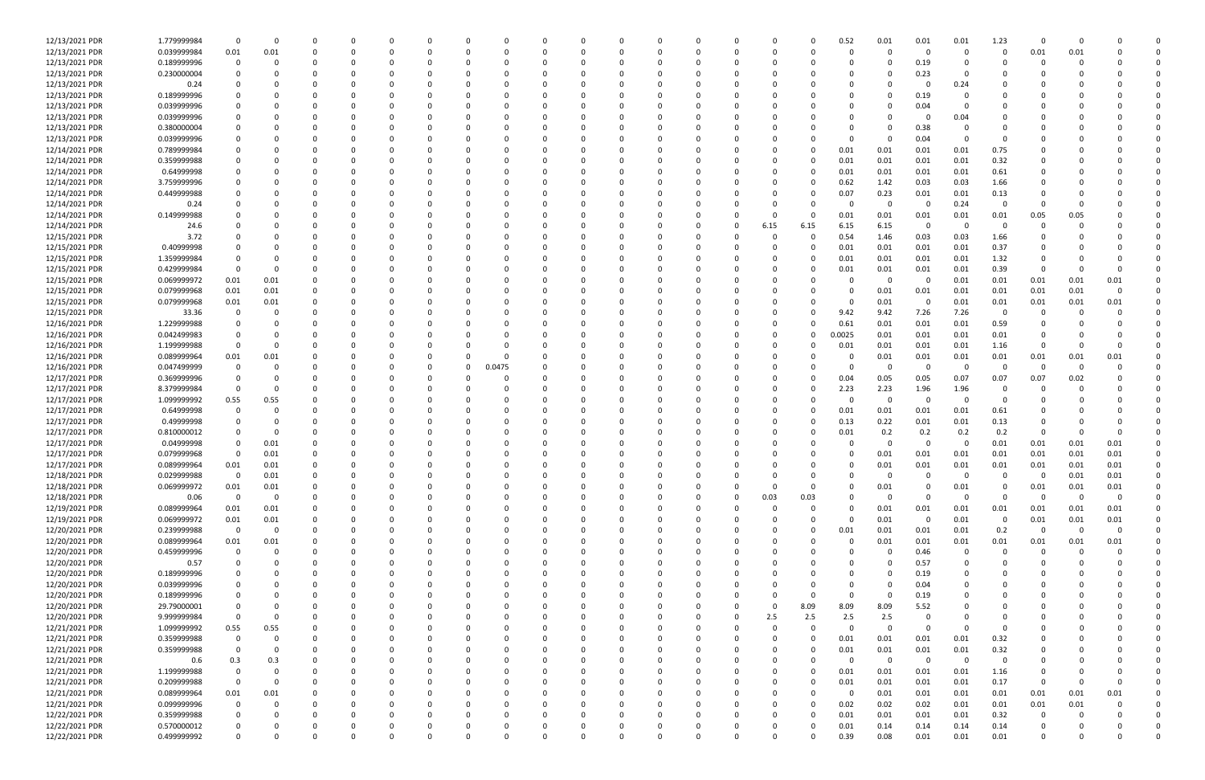| | | | | | | | | | | | | | | | | | | | | | | | | | | | | |
|---|---|---|---|---|---|---|---|---|---|---|---|---|---|---|---|---|---|---|---|---|---|---|---|---|---|---|---|---|
| 12/13/2021 PDR | 1.779999984 | 0 | 0 | 0 | 0 | 0 | 0 | 0 | 0 | 0 | 0 | 0 | 0 | 0 | 0 | 0 | 0 | 0 | 0.52 | 0.01 | 0.01 | 0.01 | 1.23 | 0 | 0 | 0 | 0 | 0 |
| 12/13/2021 PDR | 0.039999984 | 0.01 | 0.01 | 0 | 0 | 0 | 0 | 0 | 0 | 0 | 0 | 0 | 0 | 0 | 0 | 0 | 0 | 0 | 0 | 0 | 0 | 0 | 0 | 0.01 | 0.01 | 0 | 0 | 0 |
| 12/13/2021 PDR | 0.189999996 | 0 | 0 | 0 | 0 | 0 | 0 | 0 | 0 | 0 | 0 | 0 | 0 | 0 | 0 | 0 | 0 | 0 | 0 | 0 | 0.19 | 0 | 0 | 0 | 0 | 0 | 0 | 0 |
| 12/13/2021 PDR | 0.230000004 | 0 | 0 | 0 | 0 | 0 | 0 | 0 | 0 | 0 | 0 | 0 | 0 | 0 | 0 | 0 | 0 | 0 | 0 | 0 | 0.23 | 0 | 0 | 0 | 0 | 0 | 0 | 0 |
| 12/13/2021 PDR | 0.24 | 0 | 0 | 0 | 0 | 0 | 0 | 0 | 0 | 0 | 0 | 0 | 0 | 0 | 0 | 0 | 0 | 0 | 0 | 0 | 0 | 0.24 | 0 | 0 | 0 | 0 | 0 | 0 |
| 12/13/2021 PDR | 0.189999996 | 0 | 0 | 0 | 0 | 0 | 0 | 0 | 0 | 0 | 0 | 0 | 0 | 0 | 0 | 0 | 0 | 0 | 0 | 0 | 0.19 | 0 | 0 | 0 | 0 | 0 | 0 | 0 |
| 12/13/2021 PDR | 0.039999996 | 0 | 0 | 0 | 0 | 0 | 0 | 0 | 0 | 0 | 0 | 0 | 0 | 0 | 0 | 0 | 0 | 0 | 0 | 0 | 0.04 | 0 | 0 | 0 | 0 | 0 | 0 | 0 |
| 12/13/2021 PDR | 0.039999996 | 0 | 0 | 0 | 0 | 0 | 0 | 0 | 0 | 0 | 0 | 0 | 0 | 0 | 0 | 0 | 0 | 0 | 0 | 0 | 0 | 0.04 | 0 | 0 | 0 | 0 | 0 | 0 |
| 12/13/2021 PDR | 0.380000004 | 0 | 0 | 0 | 0 | 0 | 0 | 0 | 0 | 0 | 0 | 0 | 0 | 0 | 0 | 0 | 0 | 0 | 0 | 0 | 0.38 | 0 | 0 | 0 | 0 | 0 | 0 | 0 |
| 12/13/2021 PDR | 0.039999996 | 0 | 0 | 0 | 0 | 0 | 0 | 0 | 0 | 0 | 0 | 0 | 0 | 0 | 0 | 0 | 0 | 0 | 0 | 0 | 0.04 | 0 | 0 | 0 | 0 | 0 | 0 | 0 |
| 12/14/2021 PDR | 0.789999984 | 0 | 0 | 0 | 0 | 0 | 0 | 0 | 0 | 0 | 0 | 0 | 0 | 0 | 0 | 0 | 0 | 0 | 0.01 | 0.01 | 0.01 | 0.01 | 0.75 | 0 | 0 | 0 | 0 | 0 |
| 12/14/2021 PDR | 0.359999988 | 0 | 0 | 0 | 0 | 0 | 0 | 0 | 0 | 0 | 0 | 0 | 0 | 0 | 0 | 0 | 0 | 0 | 0.01 | 0.01 | 0.01 | 0.01 | 0.32 | 0 | 0 | 0 | 0 | 0 |
| 12/14/2021 PDR | 0.64999998 | 0 | 0 | 0 | 0 | 0 | 0 | 0 | 0 | 0 | 0 | 0 | 0 | 0 | 0 | 0 | 0 | 0 | 0.01 | 0.01 | 0.01 | 0.01 | 0.61 | 0 | 0 | 0 | 0 | 0 |
| 12/14/2021 PDR | 3.759999996 | 0 | 0 | 0 | 0 | 0 | 0 | 0 | 0 | 0 | 0 | 0 | 0 | 0 | 0 | 0 | 0 | 0 | 0.62 | 1.42 | 0.03 | 0.03 | 1.66 | 0 | 0 | 0 | 0 | 0 |
| 12/14/2021 PDR | 0.449999988 | 0 | 0 | 0 | 0 | 0 | 0 | 0 | 0 | 0 | 0 | 0 | 0 | 0 | 0 | 0 | 0 | 0 | 0.07 | 0.23 | 0.01 | 0.01 | 0.13 | 0 | 0 | 0 | 0 | 0 |
| 12/14/2021 PDR | 0.24 | 0 | 0 | 0 | 0 | 0 | 0 | 0 | 0 | 0 | 0 | 0 | 0 | 0 | 0 | 0 | 0 | 0 | 0 | 0 | 0 | 0.24 | 0 | 0 | 0 | 0 | 0 | 0 |
| 12/14/2021 PDR | 0.149999988 | 0 | 0 | 0 | 0 | 0 | 0 | 0 | 0 | 0 | 0 | 0 | 0 | 0 | 0 | 0 | 0 | 0 | 0.01 | 0.01 | 0.01 | 0.01 | 0.01 | 0.05 | 0.05 | 0 | 0 | 0 |
| 12/14/2021 PDR | 24.6 | 0 | 0 | 0 | 0 | 0 | 0 | 0 | 0 | 0 | 0 | 0 | 0 | 0 | 0 | 0 | 6.15 | 6.15 | 6.15 | 6.15 | 0 | 0 | 0 | 0 | 0 | 0 | 0 | 0 |
| 12/15/2021 PDR | 3.72 | 0 | 0 | 0 | 0 | 0 | 0 | 0 | 0 | 0 | 0 | 0 | 0 | 0 | 0 | 0 | 0 | 0 | 0.54 | 1.46 | 0.03 | 0.03 | 1.66 | 0 | 0 | 0 | 0 | 0 |
| 12/15/2021 PDR | 0.40999998 | 0 | 0 | 0 | 0 | 0 | 0 | 0 | 0 | 0 | 0 | 0 | 0 | 0 | 0 | 0 | 0 | 0 | 0.01 | 0.01 | 0.01 | 0.01 | 0.37 | 0 | 0 | 0 | 0 | 0 |
| 12/15/2021 PDR | 1.359999984 | 0 | 0 | 0 | 0 | 0 | 0 | 0 | 0 | 0 | 0 | 0 | 0 | 0 | 0 | 0 | 0 | 0 | 0.01 | 0.01 | 0.01 | 0.01 | 1.32 | 0 | 0 | 0 | 0 | 0 |
| 12/15/2021 PDR | 0.429999984 | 0 | 0 | 0 | 0 | 0 | 0 | 0 | 0 | 0 | 0 | 0 | 0 | 0 | 0 | 0 | 0 | 0 | 0.01 | 0.01 | 0.01 | 0.01 | 0.39 | 0 | 0 | 0 | 0 | 0 |
| 12/15/2021 PDR | 0.069999972 | 0.01 | 0.01 | 0 | 0 | 0 | 0 | 0 | 0 | 0 | 0 | 0 | 0 | 0 | 0 | 0 | 0 | 0 | 0 | 0 | 0 | 0 | 0.01 | 0.01 | 0.01 | 0.01 | 0.01 | 0 |
| 12/15/2021 PDR | 0.079999968 | 0.01 | 0.01 | 0 | 0 | 0 | 0 | 0 | 0 | 0 | 0 | 0 | 0 | 0 | 0 | 0 | 0 | 0 | 0 | 0 | 0 | 0.01 | 0.01 | 0.01 | 0.01 | 0.01 | 0.01 | 0 |
| 12/15/2021 PDR | 0.079999968 | 0.01 | 0.01 | 0 | 0 | 0 | 0 | 0 | 0 | 0 | 0 | 0 | 0 | 0 | 0 | 0 | 0 | 0 | 0 | 0 | 0.01 | 0 | 0.01 | 0.01 | 0.01 | 0.01 | 0.01 | 0 |
| 12/15/2021 PDR | 33.36 | 0 | 0 | 0 | 0 | 0 | 0 | 0 | 0 | 0 | 0 | 0 | 0 | 0 | 0 | 0 | 0 | 0 | 9.42 | 9.42 | 7.26 | 7.26 | 0 | 0 | 0 | 0 | 0 | 0 |
| 12/16/2021 PDR | 1.229999988 | 0 | 0 | 0 | 0 | 0 | 0 | 0 | 0 | 0 | 0 | 0 | 0 | 0 | 0 | 0 | 0 | 0 | 0.61 | 0.01 | 0.01 | 0.01 | 0.59 | 0 | 0 | 0 | 0 | 0 |
| 12/16/2021 PDR | 0.042499983 | 0 | 0 | 0 | 0 | 0 | 0 | 0 | 0 | 0 | 0 | 0 | 0 | 0 | 0 | 0 | 0 | 0 | 0.0025 | 0.01 | 0.01 | 0.01 | 0.01 | 0 | 0 | 0 | 0 | 0 |
| 12/16/2021 PDR | 1.199999988 | 0 | 0 | 0 | 0 | 0 | 0 | 0 | 0 | 0 | 0 | 0 | 0 | 0 | 0 | 0 | 0 | 0 | 0.01 | 0.01 | 0.01 | 0.01 | 1.16 | 0 | 0 | 0 | 0 | 0 |
| 12/16/2021 PDR | 0.089999964 | 0.01 | 0.01 | 0 | 0 | 0 | 0 | 0 | 0 | 0 | 0 | 0 | 0 | 0 | 0 | 0 | 0 | 0 | 0 | 0 | 0.01 | 0.01 | 0.01 | 0.01 | 0.01 | 0.01 | 0.01 | 0 |
| 12/16/2021 PDR | 0.047499999 | 0 | 0 | 0 | 0 | 0 | 0 | 0.0475 | 0 | 0 | 0 | 0 | 0 | 0 | 0 | 0 | 0 | 0 | 0 | 0 | 0 | 0 | 0 | 0 | 0 | 0 | 0 | 0 |
| 12/17/2021 PDR | 0.369999996 | 0 | 0 | 0 | 0 | 0 | 0 | 0 | 0 | 0 | 0 | 0 | 0 | 0 | 0 | 0 | 0 | 0 | 0.04 | 0.05 | 0.05 | 0.07 | 0.07 | 0.07 | 0.02 | 0 | 0 | 0 |
| 12/17/2021 PDR | 8.379999984 | 0 | 0 | 0 | 0 | 0 | 0 | 0 | 0 | 0 | 0 | 0 | 0 | 0 | 0 | 0 | 0 | 0 | 2.23 | 2.23 | 1.96 | 1.96 | 0 | 0 | 0 | 0 | 0 | 0 |
| 12/17/2021 PDR | 1.099999992 | 0.55 | 0.55 | 0 | 0 | 0 | 0 | 0 | 0 | 0 | 0 | 0 | 0 | 0 | 0 | 0 | 0 | 0 | 0 | 0 | 0 | 0 | 0 | 0 | 0 | 0 | 0 | 0 |
| 12/17/2021 PDR | 0.64999998 | 0 | 0 | 0 | 0 | 0 | 0 | 0 | 0 | 0 | 0 | 0 | 0 | 0 | 0 | 0 | 0 | 0 | 0.01 | 0.01 | 0.01 | 0.01 | 0.61 | 0 | 0 | 0 | 0 | 0 |
| 12/17/2021 PDR | 0.49999998 | 0 | 0 | 0 | 0 | 0 | 0 | 0 | 0 | 0 | 0 | 0 | 0 | 0 | 0 | 0 | 0 | 0 | 0.13 | 0.22 | 0.01 | 0.01 | 0.13 | 0 | 0 | 0 | 0 | 0 |
| 12/17/2021 PDR | 0.810000012 | 0 | 0 | 0 | 0 | 0 | 0 | 0 | 0 | 0 | 0 | 0 | 0 | 0 | 0 | 0 | 0 | 0 | 0.01 | 0.2 | 0.2 | 0.2 | 0.2 | 0 | 0 | 0 | 0 | 0 |
| 12/17/2021 PDR | 0.04999998 | 0 | 0.01 | 0 | 0 | 0 | 0 | 0 | 0 | 0 | 0 | 0 | 0 | 0 | 0 | 0 | 0 | 0 | 0 | 0 | 0 | 0 | 0 | 0.01 | 0.01 | 0.01 | 0.01 | 0 |
| 12/17/2021 PDR | 0.079999968 | 0 | 0.01 | 0 | 0 | 0 | 0 | 0 | 0 | 0 | 0 | 0 | 0 | 0 | 0 | 0 | 0 | 0 | 0 | 0 | 0.01 | 0.01 | 0.01 | 0.01 | 0.01 | 0.01 | 0.01 | 0 |
| 12/17/2021 PDR | 0.089999964 | 0.01 | 0.01 | 0 | 0 | 0 | 0 | 0 | 0 | 0 | 0 | 0 | 0 | 0 | 0 | 0 | 0 | 0 | 0 | 0 | 0.01 | 0.01 | 0.01 | 0.01 | 0.01 | 0.01 | 0.01 | 0 |
| 12/18/2021 PDR | 0.029999988 | 0 | 0.01 | 0 | 0 | 0 | 0 | 0 | 0 | 0 | 0 | 0 | 0 | 0 | 0 | 0 | 0 | 0 | 0 | 0 | 0 | 0 | 0 | 0 | 0 | 0.01 | 0.01 | 0 |
| 12/18/2021 PDR | 0.069999972 | 0.01 | 0.01 | 0 | 0 | 0 | 0 | 0 | 0 | 0 | 0 | 0 | 0 | 0 | 0 | 0 | 0 | 0 | 0 | 0 | 0.01 | 0 | 0.01 | 0 | 0.01 | 0.01 | 0.01 | 0 |
| 12/18/2021 PDR | 0.06 | 0 | 0 | 0 | 0 | 0 | 0 | 0 | 0 | 0 | 0 | 0 | 0 | 0 | 0 | 0 | 0.03 | 0.03 | 0 | 0 | 0 | 0 | 0 | 0 | 0 | 0 | 0 | 0 |
| 12/19/2021 PDR | 0.089999964 | 0.01 | 0.01 | 0 | 0 | 0 | 0 | 0 | 0 | 0 | 0 | 0 | 0 | 0 | 0 | 0 | 0 | 0 | 0 | 0 | 0.01 | 0.01 | 0.01 | 0.01 | 0.01 | 0.01 | 0.01 | 0 |
| 12/19/2021 PDR | 0.069999972 | 0.01 | 0.01 | 0 | 0 | 0 | 0 | 0 | 0 | 0 | 0 | 0 | 0 | 0 | 0 | 0 | 0 | 0 | 0 | 0 | 0.01 | 0 | 0.01 | 0 | 0.01 | 0.01 | 0.01 | 0 |
| 12/20/2021 PDR | 0.239999988 | 0 | 0 | 0 | 0 | 0 | 0 | 0 | 0 | 0 | 0 | 0 | 0 | 0 | 0 | 0 | 0 | 0 | 0.01 | 0.01 | 0.01 | 0.01 | 0.2 | 0 | 0 | 0 | 0 | 0 |
| 12/20/2021 PDR | 0.089999964 | 0.01 | 0.01 | 0 | 0 | 0 | 0 | 0 | 0 | 0 | 0 | 0 | 0 | 0 | 0 | 0 | 0 | 0 | 0 | 0 | 0.01 | 0.01 | 0.01 | 0.01 | 0.01 | 0.01 | 0.01 | 0 |
| 12/20/2021 PDR | 0.459999996 | 0 | 0 | 0 | 0 | 0 | 0 | 0 | 0 | 0 | 0 | 0 | 0 | 0 | 0 | 0 | 0 | 0 | 0 | 0 | 0.46 | 0 | 0 | 0 | 0 | 0 | 0 | 0 |
| 12/20/2021 PDR | 0.57 | 0 | 0 | 0 | 0 | 0 | 0 | 0 | 0 | 0 | 0 | 0 | 0 | 0 | 0 | 0 | 0 | 0 | 0 | 0 | 0.57 | 0 | 0 | 0 | 0 | 0 | 0 | 0 |
| 12/20/2021 PDR | 0.189999996 | 0 | 0 | 0 | 0 | 0 | 0 | 0 | 0 | 0 | 0 | 0 | 0 | 0 | 0 | 0 | 0 | 0 | 0 | 0 | 0.19 | 0 | 0 | 0 | 0 | 0 | 0 | 0 |
| 12/20/2021 PDR | 0.039999996 | 0 | 0 | 0 | 0 | 0 | 0 | 0 | 0 | 0 | 0 | 0 | 0 | 0 | 0 | 0 | 0 | 0 | 0 | 0 | 0.04 | 0 | 0 | 0 | 0 | 0 | 0 | 0 |
| 12/20/2021 PDR | 0.189999996 | 0 | 0 | 0 | 0 | 0 | 0 | 0 | 0 | 0 | 0 | 0 | 0 | 0 | 0 | 0 | 0 | 0 | 0 | 0 | 0.19 | 0 | 0 | 0 | 0 | 0 | 0 | 0 |
| 12/20/2021 PDR | 29.79000001 | 0 | 0 | 0 | 0 | 0 | 0 | 0 | 0 | 0 | 0 | 0 | 0 | 0 | 0 | 0 | 0 | 8.09 | 8.09 | 8.09 | 5.52 | 0 | 0 | 0 | 0 | 0 | 0 | 0 |
| 12/20/2021 PDR | 9.999999984 | 0 | 0 | 0 | 0 | 0 | 0 | 0 | 0 | 0 | 0 | 0 | 0 | 0 | 0 | 0 | 2.5 | 2.5 | 2.5 | 2.5 | 0 | 0 | 0 | 0 | 0 | 0 | 0 | 0 |
| 12/21/2021 PDR | 1.099999992 | 0.55 | 0.55 | 0 | 0 | 0 | 0 | 0 | 0 | 0 | 0 | 0 | 0 | 0 | 0 | 0 | 0 | 0 | 0 | 0 | 0 | 0 | 0 | 0 | 0 | 0 | 0 | 0 |
| 12/21/2021 PDR | 0.359999988 | 0 | 0 | 0 | 0 | 0 | 0 | 0 | 0 | 0 | 0 | 0 | 0 | 0 | 0 | 0 | 0 | 0 | 0.01 | 0.01 | 0.01 | 0.01 | 0.32 | 0 | 0 | 0 | 0 | 0 |
| 12/21/2021 PDR | 0.359999988 | 0 | 0 | 0 | 0 | 0 | 0 | 0 | 0 | 0 | 0 | 0 | 0 | 0 | 0 | 0 | 0 | 0 | 0.01 | 0.01 | 0.01 | 0.01 | 0.32 | 0 | 0 | 0 | 0 | 0 |
| 12/21/2021 PDR | 0.6 | 0.3 | 0.3 | 0 | 0 | 0 | 0 | 0 | 0 | 0 | 0 | 0 | 0 | 0 | 0 | 0 | 0 | 0 | 0 | 0 | 0 | 0 | 0 | 0 | 0 | 0 | 0 | 0 |
| 12/21/2021 PDR | 1.199999988 | 0 | 0 | 0 | 0 | 0 | 0 | 0 | 0 | 0 | 0 | 0 | 0 | 0 | 0 | 0 | 0 | 0 | 0.01 | 0.01 | 0.01 | 0.01 | 1.16 | 0 | 0 | 0 | 0 | 0 |
| 12/21/2021 PDR | 0.209999988 | 0 | 0 | 0 | 0 | 0 | 0 | 0 | 0 | 0 | 0 | 0 | 0 | 0 | 0 | 0 | 0 | 0 | 0.01 | 0.01 | 0.01 | 0.01 | 0.17 | 0 | 0 | 0 | 0 | 0 |
| 12/21/2021 PDR | 0.089999964 | 0.01 | 0.01 | 0 | 0 | 0 | 0 | 0 | 0 | 0 | 0 | 0 | 0 | 0 | 0 | 0 | 0 | 0 | 0 | 0 | 0.01 | 0.01 | 0.01 | 0.01 | 0.01 | 0.01 | 0.01 | 0 |
| 12/21/2021 PDR | 0.099999996 | 0 | 0 | 0 | 0 | 0 | 0 | 0 | 0 | 0 | 0 | 0 | 0 | 0 | 0 | 0 | 0 | 0 | 0.02 | 0.02 | 0.02 | 0.01 | 0.01 | 0.01 | 0.01 | 0 | 0 | 0 |
| 12/22/2021 PDR | 0.359999988 | 0 | 0 | 0 | 0 | 0 | 0 | 0 | 0 | 0 | 0 | 0 | 0 | 0 | 0 | 0 | 0 | 0 | 0.01 | 0.01 | 0.01 | 0.01 | 0.32 | 0 | 0 | 0 | 0 | 0 |
| 12/22/2021 PDR | 0.570000012 | 0 | 0 | 0 | 0 | 0 | 0 | 0 | 0 | 0 | 0 | 0 | 0 | 0 | 0 | 0 | 0 | 0 | 0.01 | 0.14 | 0.14 | 0.14 | 0.14 | 0 | 0 | 0 | 0 | 0 |
| 12/22/2021 PDR | 0.499999992 | 0 | 0 | 0 | 0 | 0 | 0 | 0 | 0 | 0 | 0 | 0 | 0 | 0 | 0 | 0 | 0 | 0 | 0.39 | 0.08 | 0.01 | 0.01 | 0.01 | 0 | 0 | 0 | 0 | 0 |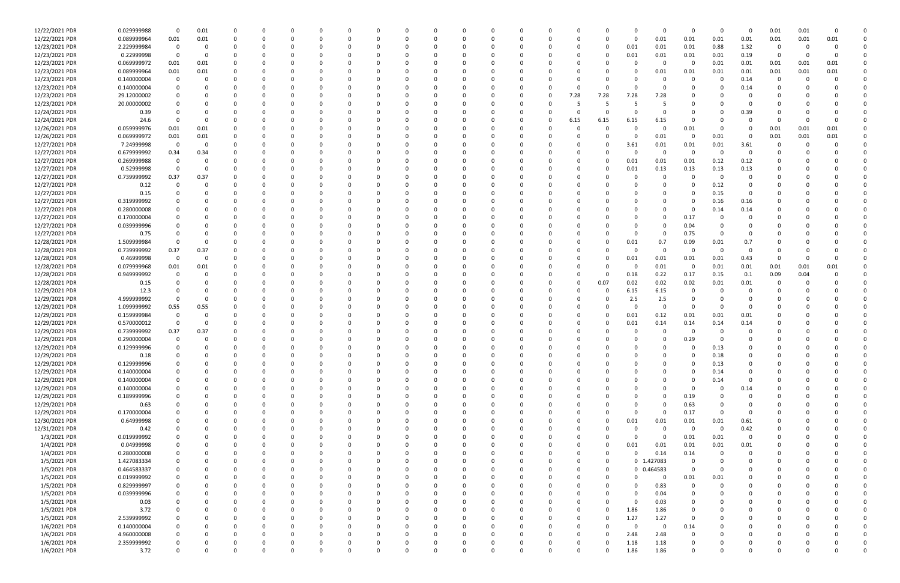| | | | | | | | | | | | | | | | | | | | | | | | | | | | | | | | |
|---|---|---|---|---|---|---|---|---|---|---|---|---|---|---|---|---|---|---|---|---|---|---|---|---|---|---|---|---|---|---|---|
| 12/22/2021 PDR | 0.029999988 | 0 | 0.01 | 0 | 0 | 0 | 0 | 0 | 0 | 0 | 0 | 0 | 0 | 0 | 0 | 0 | 0 | 0 | 0 | 0 | 0 | 0 | 0 | 0 | 0 | 0 | 0 | 0.01 | 0.01 | 0 | 0 |
| 12/22/2021 PDR | 0.089999964 | 0.01 | 0.01 | 0 | 0 | 0 | 0 | 0 | 0 | 0 | 0 | 0 | 0 | 0 | 0 | 0 | 0 | 0 | 0 | 0 | 0 | 0 | 0 | 0.01 | 0.01 | 0.01 | 0.01 | 0.01 | 0.01 | 0.01 | 0 |
| 12/23/2021 PDR | 2.229999984 | 0 | 0 | 0 | 0 | 0 | 0 | 0 | 0 | 0 | 0 | 0 | 0 | 0 | 0 | 0 | 0 | 0 | 0 | 0 | 0 | 0 | 0.01 | 0.01 | 0.01 | 0.88 | 1.32 | 0 | 0 | 0 | 0 |
| 12/23/2021 PDR | 0.22999998 | 0 | 0 | 0 | 0 | 0 | 0 | 0 | 0 | 0 | 0 | 0 | 0 | 0 | 0 | 0 | 0 | 0 | 0 | 0 | 0 | 0 | 0.01 | 0.01 | 0.01 | 0.01 | 0.19 | 0 | 0 | 0 | 0 |
| 12/23/2021 PDR | 0.069999972 | 0.01 | 0.01 | 0 | 0 | 0 | 0 | 0 | 0 | 0 | 0 | 0 | 0 | 0 | 0 | 0 | 0 | 0 | 0 | 0 | 0 | 0 | 0 | 0 | 0 | 0.01 | 0.01 | 0.01 | 0.01 | 0.01 | 0 |
| 12/23/2021 PDR | 0.089999964 | 0.01 | 0.01 | 0 | 0 | 0 | 0 | 0 | 0 | 0 | 0 | 0 | 0 | 0 | 0 | 0 | 0 | 0 | 0 | 0 | 0 | 0 | 0 | 0.01 | 0.01 | 0.01 | 0.01 | 0.01 | 0.01 | 0.01 | 0 |
| 12/23/2021 PDR | 0.140000004 | 0 | 0 | 0 | 0 | 0 | 0 | 0 | 0 | 0 | 0 | 0 | 0 | 0 | 0 | 0 | 0 | 0 | 0 | 0 | 0 | 0 | 0 | 0 | 0 | 0 | 0.14 | 0 | 0 | 0 | 0 |
| 12/23/2021 PDR | 0.140000004 | 0 | 0 | 0 | 0 | 0 | 0 | 0 | 0 | 0 | 0 | 0 | 0 | 0 | 0 | 0 | 0 | 0 | 0 | 0 | 0 | 0 | 0 | 0 | 0 | 0 | 0.14 | 0 | 0 | 0 | 0 |
| 12/23/2021 PDR | 29.12000002 | 0 | 0 | 0 | 0 | 0 | 0 | 0 | 0 | 0 | 0 | 0 | 0 | 0 | 0 | 0 | 0 | 0 | 0 | 0 | 7.28 | 7.28 | 7.28 | 7.28 | 0 | 0 | 0 | 0 | 0 | 0 | 0 |
| 12/23/2021 PDR | 20.00000002 | 0 | 0 | 0 | 0 | 0 | 0 | 0 | 0 | 0 | 0 | 0 | 0 | 0 | 0 | 0 | 0 | 0 | 0 | 0 | 5 | 5 | 5 | 5 | 0 | 0 | 0 | 0 | 0 | 0 | 0 |
| 12/24/2021 PDR | 0.39 | 0 | 0 | 0 | 0 | 0 | 0 | 0 | 0 | 0 | 0 | 0 | 0 | 0 | 0 | 0 | 0 | 0 | 0 | 0 | 0 | 0 | 0 | 0 | 0 | 0 | 0.39 | 0 | 0 | 0 | 0 |
| 12/24/2021 PDR | 24.6 | 0 | 0 | 0 | 0 | 0 | 0 | 0 | 0 | 0 | 0 | 0 | 0 | 0 | 0 | 0 | 0 | 0 | 0 | 0 | 6.15 | 6.15 | 6.15 | 6.15 | 0 | 0 | 0 | 0 | 0 | 0 | 0 |
| 12/26/2021 PDR | 0.059999976 | 0.01 | 0.01 | 0 | 0 | 0 | 0 | 0 | 0 | 0 | 0 | 0 | 0 | 0 | 0 | 0 | 0 | 0 | 0 | 0 | 0 | 0 | 0 | 0 | 0.01 | 0 | 0 | 0.01 | 0.01 | 0.01 | 0 |
| 12/26/2021 PDR | 0.069999972 | 0.01 | 0.01 | 0 | 0 | 0 | 0 | 0 | 0 | 0 | 0 | 0 | 0 | 0 | 0 | 0 | 0 | 0 | 0 | 0 | 0 | 0 | 0 | 0.01 | 0 | 0.01 | 0 | 0.01 | 0.01 | 0.01 | 0 |
| 12/27/2021 PDR | 7.24999998 | 0 | 0 | 0 | 0 | 0 | 0 | 0 | 0 | 0 | 0 | 0 | 0 | 0 | 0 | 0 | 0 | 0 | 0 | 0 | 0 | 0 | 3.61 | 0.01 | 0.01 | 0.01 | 3.61 | 0 | 0 | 0 | 0 |
| 12/27/2021 PDR | 0.679999992 | 0.34 | 0.34 | 0 | 0 | 0 | 0 | 0 | 0 | 0 | 0 | 0 | 0 | 0 | 0 | 0 | 0 | 0 | 0 | 0 | 0 | 0 | 0 | 0 | 0 | 0 | 0 | 0 | 0 | 0 | 0 |
| 12/27/2021 PDR | 0.269999988 | 0 | 0 | 0 | 0 | 0 | 0 | 0 | 0 | 0 | 0 | 0 | 0 | 0 | 0 | 0 | 0 | 0 | 0 | 0 | 0 | 0 | 0.01 | 0.01 | 0.01 | 0.12 | 0.12 | 0 | 0 | 0 | 0 |
| 12/27/2021 PDR | 0.52999998 | 0 | 0 | 0 | 0 | 0 | 0 | 0 | 0 | 0 | 0 | 0 | 0 | 0 | 0 | 0 | 0 | 0 | 0 | 0 | 0 | 0 | 0.01 | 0.13 | 0.13 | 0.13 | 0.13 | 0 | 0 | 0 | 0 |
| 12/27/2021 PDR | 0.739999992 | 0.37 | 0.37 | 0 | 0 | 0 | 0 | 0 | 0 | 0 | 0 | 0 | 0 | 0 | 0 | 0 | 0 | 0 | 0 | 0 | 0 | 0 | 0 | 0 | 0 | 0 | 0 | 0 | 0 | 0 | 0 |
| 12/27/2021 PDR | 0.12 | 0 | 0 | 0 | 0 | 0 | 0 | 0 | 0 | 0 | 0 | 0 | 0 | 0 | 0 | 0 | 0 | 0 | 0 | 0 | 0 | 0 | 0 | 0 | 0 | 0.12 | 0 | 0 | 0 | 0 | 0 |
| 12/27/2021 PDR | 0.15 | 0 | 0 | 0 | 0 | 0 | 0 | 0 | 0 | 0 | 0 | 0 | 0 | 0 | 0 | 0 | 0 | 0 | 0 | 0 | 0 | 0 | 0 | 0 | 0 | 0.15 | 0 | 0 | 0 | 0 | 0 |
| 12/27/2021 PDR | 0.319999992 | 0 | 0 | 0 | 0 | 0 | 0 | 0 | 0 | 0 | 0 | 0 | 0 | 0 | 0 | 0 | 0 | 0 | 0 | 0 | 0 | 0 | 0 | 0 | 0 | 0.16 | 0.16 | 0 | 0 | 0 | 0 |
| 12/27/2021 PDR | 0.280000008 | 0 | 0 | 0 | 0 | 0 | 0 | 0 | 0 | 0 | 0 | 0 | 0 | 0 | 0 | 0 | 0 | 0 | 0 | 0 | 0 | 0 | 0 | 0 | 0 | 0.14 | 0.14 | 0 | 0 | 0 | 0 |
| 12/27/2021 PDR | 0.170000004 | 0 | 0 | 0 | 0 | 0 | 0 | 0 | 0 | 0 | 0 | 0 | 0 | 0 | 0 | 0 | 0 | 0 | 0 | 0 | 0 | 0 | 0 | 0 | 0.17 | 0 | 0 | 0 | 0 | 0 | 0 |
| 12/27/2021 PDR | 0.039999996 | 0 | 0 | 0 | 0 | 0 | 0 | 0 | 0 | 0 | 0 | 0 | 0 | 0 | 0 | 0 | 0 | 0 | 0 | 0 | 0 | 0 | 0 | 0 | 0.04 | 0 | 0 | 0 | 0 | 0 | 0 |
| 12/27/2021 PDR | 0.75 | 0 | 0 | 0 | 0 | 0 | 0 | 0 | 0 | 0 | 0 | 0 | 0 | 0 | 0 | 0 | 0 | 0 | 0 | 0 | 0 | 0 | 0 | 0 | 0.75 | 0 | 0 | 0 | 0 | 0 | 0 |
| 12/28/2021 PDR | 1.509999984 | 0 | 0 | 0 | 0 | 0 | 0 | 0 | 0 | 0 | 0 | 0 | 0 | 0 | 0 | 0 | 0 | 0 | 0 | 0 | 0 | 0 | 0.01 | 0.7 | 0.09 | 0.01 | 0.7 | 0 | 0 | 0 | 0 |
| 12/28/2021 PDR | 0.739999992 | 0.37 | 0.37 | 0 | 0 | 0 | 0 | 0 | 0 | 0 | 0 | 0 | 0 | 0 | 0 | 0 | 0 | 0 | 0 | 0 | 0 | 0 | 0 | 0 | 0 | 0 | 0 | 0 | 0 | 0 | 0 |
| 12/28/2021 PDR | 0.46999998 | 0 | 0 | 0 | 0 | 0 | 0 | 0 | 0 | 0 | 0 | 0 | 0 | 0 | 0 | 0 | 0 | 0 | 0 | 0 | 0 | 0 | 0.01 | 0.01 | 0.01 | 0.01 | 0.43 | 0 | 0 | 0 | 0 |
| 12/28/2021 PDR | 0.079999968 | 0.01 | 0.01 | 0 | 0 | 0 | 0 | 0 | 0 | 0 | 0 | 0 | 0 | 0 | 0 | 0 | 0 | 0 | 0 | 0 | 0 | 0 | 0 | 0.01 | 0 | 0.01 | 0.01 | 0.01 | 0.01 | 0.01 | 0 |
| 12/28/2021 PDR | 0.949999992 | 0 | 0 | 0 | 0 | 0 | 0 | 0 | 0 | 0 | 0 | 0 | 0 | 0 | 0 | 0 | 0 | 0 | 0 | 0 | 0 | 0 | 0.18 | 0.22 | 0.17 | 0.15 | 0.1 | 0.09 | 0.04 | 0 | 0 |
| 12/28/2021 PDR | 0.15 | 0 | 0 | 0 | 0 | 0 | 0 | 0 | 0 | 0 | 0 | 0 | 0 | 0 | 0 | 0 | 0 | 0 | 0 | 0 | 0 | 0.07 | 0.02 | 0.02 | 0.02 | 0.01 | 0.01 | 0 | 0 | 0 | 0 |
| 12/29/2021 PDR | 12.3 | 0 | 0 | 0 | 0 | 0 | 0 | 0 | 0 | 0 | 0 | 0 | 0 | 0 | 0 | 0 | 0 | 0 | 0 | 0 | 0 | 0 | 6.15 | 6.15 | 0 | 0 | 0 | 0 | 0 | 0 | 0 |
| 12/29/2021 PDR | 4.999999992 | 0 | 0 | 0 | 0 | 0 | 0 | 0 | 0 | 0 | 0 | 0 | 0 | 0 | 0 | 0 | 0 | 0 | 0 | 0 | 0 | 0 | 2.5 | 2.5 | 0 | 0 | 0 | 0 | 0 | 0 | 0 |
| 12/29/2021 PDR | 1.099999992 | 0.55 | 0.55 | 0 | 0 | 0 | 0 | 0 | 0 | 0 | 0 | 0 | 0 | 0 | 0 | 0 | 0 | 0 | 0 | 0 | 0 | 0 | 0 | 0 | 0 | 0 | 0 | 0 | 0 | 0 | 0 |
| 12/29/2021 PDR | 0.159999984 | 0 | 0 | 0 | 0 | 0 | 0 | 0 | 0 | 0 | 0 | 0 | 0 | 0 | 0 | 0 | 0 | 0 | 0 | 0 | 0 | 0 | 0.01 | 0.12 | 0.01 | 0.01 | 0.01 | 0 | 0 | 0 | 0 |
| 12/29/2021 PDR | 0.570000012 | 0 | 0 | 0 | 0 | 0 | 0 | 0 | 0 | 0 | 0 | 0 | 0 | 0 | 0 | 0 | 0 | 0 | 0 | 0 | 0 | 0 | 0.01 | 0.14 | 0.14 | 0.14 | 0.14 | 0 | 0 | 0 | 0 |
| 12/29/2021 PDR | 0.739999992 | 0.37 | 0.37 | 0 | 0 | 0 | 0 | 0 | 0 | 0 | 0 | 0 | 0 | 0 | 0 | 0 | 0 | 0 | 0 | 0 | 0 | 0 | 0 | 0 | 0 | 0 | 0 | 0 | 0 | 0 | 0 |
| 12/29/2021 PDR | 0.290000004 | 0 | 0 | 0 | 0 | 0 | 0 | 0 | 0 | 0 | 0 | 0 | 0 | 0 | 0 | 0 | 0 | 0 | 0 | 0 | 0 | 0 | 0 | 0 | 0.29 | 0 | 0 | 0 | 0 | 0 | 0 |
| 12/29/2021 PDR | 0.129999996 | 0 | 0 | 0 | 0 | 0 | 0 | 0 | 0 | 0 | 0 | 0 | 0 | 0 | 0 | 0 | 0 | 0 | 0 | 0 | 0 | 0 | 0 | 0 | 0 | 0.13 | 0 | 0 | 0 | 0 | 0 |
| 12/29/2021 PDR | 0.18 | 0 | 0 | 0 | 0 | 0 | 0 | 0 | 0 | 0 | 0 | 0 | 0 | 0 | 0 | 0 | 0 | 0 | 0 | 0 | 0 | 0 | 0 | 0 | 0 | 0.18 | 0 | 0 | 0 | 0 | 0 |
| 12/29/2021 PDR | 0.129999996 | 0 | 0 | 0 | 0 | 0 | 0 | 0 | 0 | 0 | 0 | 0 | 0 | 0 | 0 | 0 | 0 | 0 | 0 | 0 | 0 | 0 | 0 | 0 | 0 | 0.13 | 0 | 0 | 0 | 0 | 0 |
| 12/29/2021 PDR | 0.140000004 | 0 | 0 | 0 | 0 | 0 | 0 | 0 | 0 | 0 | 0 | 0 | 0 | 0 | 0 | 0 | 0 | 0 | 0 | 0 | 0 | 0 | 0 | 0 | 0 | 0.14 | 0 | 0 | 0 | 0 | 0 |
| 12/29/2021 PDR | 0.140000004 | 0 | 0 | 0 | 0 | 0 | 0 | 0 | 0 | 0 | 0 | 0 | 0 | 0 | 0 | 0 | 0 | 0 | 0 | 0 | 0 | 0 | 0 | 0 | 0 | 0.14 | 0 | 0 | 0 | 0 | 0 |
| 12/29/2021 PDR | 0.140000004 | 0 | 0 | 0 | 0 | 0 | 0 | 0 | 0 | 0 | 0 | 0 | 0 | 0 | 0 | 0 | 0 | 0 | 0 | 0 | 0 | 0 | 0 | 0 | 0 | 0 | 0.14 | 0 | 0 | 0 | 0 |
| 12/29/2021 PDR | 0.189999996 | 0 | 0 | 0 | 0 | 0 | 0 | 0 | 0 | 0 | 0 | 0 | 0 | 0 | 0 | 0 | 0 | 0 | 0 | 0 | 0 | 0 | 0 | 0 | 0.19 | 0 | 0 | 0 | 0 | 0 | 0 |
| 12/29/2021 PDR | 0.63 | 0 | 0 | 0 | 0 | 0 | 0 | 0 | 0 | 0 | 0 | 0 | 0 | 0 | 0 | 0 | 0 | 0 | 0 | 0 | 0 | 0 | 0 | 0 | 0.63 | 0 | 0 | 0 | 0 | 0 | 0 |
| 12/29/2021 PDR | 0.170000004 | 0 | 0 | 0 | 0 | 0 | 0 | 0 | 0 | 0 | 0 | 0 | 0 | 0 | 0 | 0 | 0 | 0 | 0 | 0 | 0 | 0 | 0 | 0 | 0.17 | 0 | 0 | 0 | 0 | 0 | 0 |
| 12/30/2021 PDR | 0.64999998 | 0 | 0 | 0 | 0 | 0 | 0 | 0 | 0 | 0 | 0 | 0 | 0 | 0 | 0 | 0 | 0 | 0 | 0 | 0 | 0 | 0 | 0.01 | 0.01 | 0.01 | 0.01 | 0.61 | 0 | 0 | 0 | 0 |
| 12/31/2021 PDR | 0.42 | 0 | 0 | 0 | 0 | 0 | 0 | 0 | 0 | 0 | 0 | 0 | 0 | 0 | 0 | 0 | 0 | 0 | 0 | 0 | 0 | 0 | 0 | 0 | 0 | 0 | 0.42 | 0 | 0 | 0 | 0 |
| 1/3/2021 PDR | 0.019999992 | 0 | 0 | 0 | 0 | 0 | 0 | 0 | 0 | 0 | 0 | 0 | 0 | 0 | 0 | 0 | 0 | 0 | 0 | 0 | 0 | 0 | 0 | 0 | 0.01 | 0.01 | 0 | 0 | 0 | 0 | 0 |
| 1/4/2021 PDR | 0.04999998 | 0 | 0 | 0 | 0 | 0 | 0 | 0 | 0 | 0 | 0 | 0 | 0 | 0 | 0 | 0 | 0 | 0 | 0 | 0 | 0 | 0 | 0.01 | 0.01 | 0.01 | 0.01 | 0.01 | 0 | 0 | 0 | 0 |
| 1/4/2021 PDR | 0.280000008 | 0 | 0 | 0 | 0 | 0 | 0 | 0 | 0 | 0 | 0 | 0 | 0 | 0 | 0 | 0 | 0 | 0 | 0 | 0 | 0 | 0 | 0 | 0.14 | 0.14 | 0 | 0 | 0 | 0 | 0 | 0 |
| 1/5/2021 PDR | 1.427083334 | 0 | 0 | 0 | 0 | 0 | 0 | 0 | 0 | 0 | 0 | 0 | 0 | 0 | 0 | 0 | 0 | 0 | 0 | 0 | 0 | 0 | 0 | 1.427083 | 0 | 0 | 0 | 0 | 0 | 0 | 0 |
| 1/5/2021 PDR | 0.464583337 | 0 | 0 | 0 | 0 | 0 | 0 | 0 | 0 | 0 | 0 | 0 | 0 | 0 | 0 | 0 | 0 | 0 | 0 | 0 | 0 | 0 | 0 | 0.464583 | 0 | 0 | 0 | 0 | 0 | 0 | 0 |
| 1/5/2021 PDR | 0.019999992 | 0 | 0 | 0 | 0 | 0 | 0 | 0 | 0 | 0 | 0 | 0 | 0 | 0 | 0 | 0 | 0 | 0 | 0 | 0 | 0 | 0 | 0 | 0 | 0.01 | 0.01 | 0 | 0 | 0 | 0 | 0 |
| 1/5/2021 PDR | 0.829999997 | 0 | 0 | 0 | 0 | 0 | 0 | 0 | 0 | 0 | 0 | 0 | 0 | 0 | 0 | 0 | 0 | 0 | 0 | 0 | 0 | 0 | 0 | 0.83 | 0 | 0 | 0 | 0 | 0 | 0 | 0 |
| 1/5/2021 PDR | 0.039999996 | 0 | 0 | 0 | 0 | 0 | 0 | 0 | 0 | 0 | 0 | 0 | 0 | 0 | 0 | 0 | 0 | 0 | 0 | 0 | 0 | 0 | 0 | 0.04 | 0 | 0 | 0 | 0 | 0 | 0 | 0 |
| 1/5/2021 PDR | 0.03 | 0 | 0 | 0 | 0 | 0 | 0 | 0 | 0 | 0 | 0 | 0 | 0 | 0 | 0 | 0 | 0 | 0 | 0 | 0 | 0 | 0 | 0 | 0.03 | 0 | 0 | 0 | 0 | 0 | 0 | 0 |
| 1/5/2021 PDR | 3.72 | 0 | 0 | 0 | 0 | 0 | 0 | 0 | 0 | 0 | 0 | 0 | 0 | 0 | 0 | 0 | 0 | 0 | 0 | 0 | 0 | 0 | 1.86 | 1.86 | 0 | 0 | 0 | 0 | 0 | 0 | 0 |
| 1/5/2021 PDR | 2.539999992 | 0 | 0 | 0 | 0 | 0 | 0 | 0 | 0 | 0 | 0 | 0 | 0 | 0 | 0 | 0 | 0 | 0 | 0 | 0 | 0 | 0 | 1.27 | 1.27 | 0 | 0 | 0 | 0 | 0 | 0 | 0 |
| 1/6/2021 PDR | 0.140000004 | 0 | 0 | 0 | 0 | 0 | 0 | 0 | 0 | 0 | 0 | 0 | 0 | 0 | 0 | 0 | 0 | 0 | 0 | 0 | 0 | 0 | 0 | 0 | 0.14 | 0 | 0 | 0 | 0 | 0 | 0 |
| 1/6/2021 PDR | 4.960000008 | 0 | 0 | 0 | 0 | 0 | 0 | 0 | 0 | 0 | 0 | 0 | 0 | 0 | 0 | 0 | 0 | 0 | 0 | 0 | 0 | 0 | 2.48 | 2.48 | 0 | 0 | 0 | 0 | 0 | 0 | 0 |
| 1/6/2021 PDR | 2.359999992 | 0 | 0 | 0 | 0 | 0 | 0 | 0 | 0 | 0 | 0 | 0 | 0 | 0 | 0 | 0 | 0 | 0 | 0 | 0 | 0 | 0 | 1.18 | 1.18 | 0 | 0 | 0 | 0 | 0 | 0 | 0 |
| 1/6/2021 PDR | 3.72 | 0 | 0 | 0 | 0 | 0 | 0 | 0 | 0 | 0 | 0 | 0 | 0 | 0 | 0 | 0 | 0 | 0 | 0 | 0 | 0 | 0 | 1.86 | 1.86 | 0 | 0 | 0 | 0 | 0 | 0 | 0 |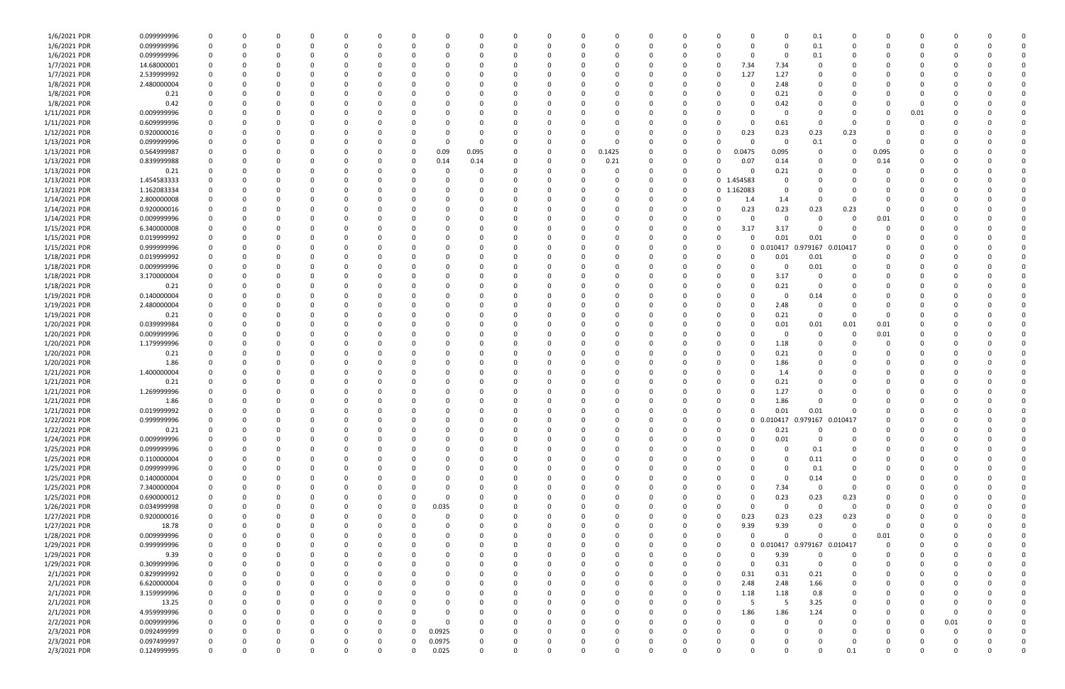| | | | | | | | | | | | | | | | | | | | | | | | | | | | | | |
|---|---|---|---|---|---|---|---|---|---|---|---|---|---|---|---|---|---|---|---|---|---|---|---|---|---|---|---|---|---|
| 1/6/2021 PDR | 0.099999996 | 0 | 0 | 0 | 0 | 0 | 0 | 0 | 0 | 0 | 0 | 0 | 0 | 0 | 0 | 0 | 0 | 0 | 0 | 0 | 0 | 0.1 | 0 | 0 | 0 | 0 | 0 | 0 | 0 |
| 1/6/2021 PDR | 0.099999996 | 0 | 0 | 0 | 0 | 0 | 0 | 0 | 0 | 0 | 0 | 0 | 0 | 0 | 0 | 0 | 0 | 0 | 0 | 0 | 0 | 0.1 | 0 | 0 | 0 | 0 | 0 | 0 | 0 |
| 1/6/2021 PDR | 0.099999996 | 0 | 0 | 0 | 0 | 0 | 0 | 0 | 0 | 0 | 0 | 0 | 0 | 0 | 0 | 0 | 0 | 0 | 0 | 0 | 0 | 0.1 | 0 | 0 | 0 | 0 | 0 | 0 | 0 |
| 1/7/2021 PDR | 14.68000001 | 0 | 0 | 0 | 0 | 0 | 0 | 0 | 0 | 0 | 0 | 0 | 0 | 0 | 0 | 0 | 0 | 0 | 0 | 7.34 | 7.34 | 0 | 0 | 0 | 0 | 0 | 0 | 0 | 0 |
| 1/7/2021 PDR | 2.539999992 | 0 | 0 | 0 | 0 | 0 | 0 | 0 | 0 | 0 | 0 | 0 | 0 | 0 | 0 | 0 | 0 | 0 | 0 | 1.27 | 1.27 | 0 | 0 | 0 | 0 | 0 | 0 | 0 | 0 |
| 1/8/2021 PDR | 2.480000004 | 0 | 0 | 0 | 0 | 0 | 0 | 0 | 0 | 0 | 0 | 0 | 0 | 0 | 0 | 0 | 0 | 0 | 0 | 0 | 2.48 | 0 | 0 | 0 | 0 | 0 | 0 | 0 | 0 |
| 1/8/2021 PDR | 0.21 | 0 | 0 | 0 | 0 | 0 | 0 | 0 | 0 | 0 | 0 | 0 | 0 | 0 | 0 | 0 | 0 | 0 | 0 | 0 | 0.21 | 0 | 0 | 0 | 0 | 0 | 0 | 0 | 0 |
| 1/8/2021 PDR | 0.42 | 0 | 0 | 0 | 0 | 0 | 0 | 0 | 0 | 0 | 0 | 0 | 0 | 0 | 0 | 0 | 0 | 0 | 0 | 0 | 0.42 | 0 | 0 | 0 | 0 | 0 | 0 | 0 | 0 |
| 1/11/2021 PDR | 0.009999996 | 0 | 0 | 0 | 0 | 0 | 0 | 0 | 0 | 0 | 0 | 0 | 0 | 0 | 0 | 0 | 0 | 0 | 0 | 0 | 0 | 0 | 0 | 0 | 0 | 0.01 | 0 | 0 | 0 |
| 1/11/2021 PDR | 0.609999996 | 0 | 0 | 0 | 0 | 0 | 0 | 0 | 0 | 0 | 0 | 0 | 0 | 0 | 0 | 0 | 0 | 0 | 0 | 0 | 0.61 | 0 | 0 | 0 | 0 | 0 | 0 | 0 | 0 |
| 1/12/2021 PDR | 0.920000016 | 0 | 0 | 0 | 0 | 0 | 0 | 0 | 0 | 0 | 0 | 0 | 0 | 0 | 0 | 0 | 0 | 0 | 0 | 0.23 | 0.23 | 0.23 | 0.23 | 0 | 0 | 0 | 0 | 0 | 0 |
| 1/13/2021 PDR | 0.099999996 | 0 | 0 | 0 | 0 | 0 | 0 | 0 | 0 | 0 | 0 | 0 | 0 | 0 | 0 | 0 | 0 | 0 | 0 | 0 | 0 | 0.1 | 0 | 0 | 0 | 0 | 0 | 0 | 0 |
| 1/13/2021 PDR | 0.564999987 | 0 | 0 | 0 | 0 | 0 | 0 | 0 | 0.09 | 0.095 | 0 | 0 | 0 | 0.1425 | 0 | 0 | 0 | 0 | 0 | 0.0475 | 0.095 | 0 | 0 | 0.095 | 0 | 0 | 0 | 0 | 0 |
| 1/13/2021 PDR | 0.839999988 | 0 | 0 | 0 | 0 | 0 | 0 | 0 | 0.14 | 0.14 | 0 | 0 | 0 | 0.21 | 0 | 0 | 0 | 0 | 0 | 0.07 | 0.14 | 0 | 0 | 0.14 | 0 | 0 | 0 | 0 | 0 |
| 1/13/2021 PDR | 0.21 | 0 | 0 | 0 | 0 | 0 | 0 | 0 | 0 | 0 | 0 | 0 | 0 | 0 | 0 | 0 | 0 | 0 | 0 | 0 | 0.21 | 0 | 0 | 0 | 0 | 0 | 0 | 0 | 0 |
| 1/13/2021 PDR | 1.454583333 | 0 | 0 | 0 | 0 | 0 | 0 | 0 | 0 | 0 | 0 | 0 | 0 | 0 | 0 | 0 | 0 | 0 | 0 | 1.454583 | 0 | 0 | 0 | 0 | 0 | 0 | 0 | 0 | 0 |
| 1/13/2021 PDR | 1.162083334 | 0 | 0 | 0 | 0 | 0 | 0 | 0 | 0 | 0 | 0 | 0 | 0 | 0 | 0 | 0 | 0 | 0 | 0 | 1.162083 | 0 | 0 | 0 | 0 | 0 | 0 | 0 | 0 | 0 |
| 1/14/2021 PDR | 2.800000008 | 0 | 0 | 0 | 0 | 0 | 0 | 0 | 0 | 0 | 0 | 0 | 0 | 0 | 0 | 0 | 0 | 0 | 0 | 1.4 | 1.4 | 0 | 0 | 0 | 0 | 0 | 0 | 0 | 0 |
| 1/14/2021 PDR | 0.920000016 | 0 | 0 | 0 | 0 | 0 | 0 | 0 | 0 | 0 | 0 | 0 | 0 | 0 | 0 | 0 | 0 | 0 | 0 | 0.23 | 0.23 | 0.23 | 0.23 | 0 | 0 | 0 | 0 | 0 | 0 |
| 1/14/2021 PDR | 0.009999996 | 0 | 0 | 0 | 0 | 0 | 0 | 0 | 0 | 0 | 0 | 0 | 0 | 0 | 0 | 0 | 0 | 0 | 0 | 0 | 0 | 0 | 0 | 0.01 | 0 | 0 | 0 | 0 | 0 |
| 1/15/2021 PDR | 6.340000008 | 0 | 0 | 0 | 0 | 0 | 0 | 0 | 0 | 0 | 0 | 0 | 0 | 0 | 0 | 0 | 0 | 0 | 0 | 3.17 | 3.17 | 0 | 0 | 0 | 0 | 0 | 0 | 0 | 0 |
| 1/15/2021 PDR | 0.019999992 | 0 | 0 | 0 | 0 | 0 | 0 | 0 | 0 | 0 | 0 | 0 | 0 | 0 | 0 | 0 | 0 | 0 | 0 | 0 | 0.01 | 0.01 | 0 | 0 | 0 | 0 | 0 | 0 | 0 |
| 1/15/2021 PDR | 0.999999996 | 0 | 0 | 0 | 0 | 0 | 0 | 0 | 0 | 0 | 0 | 0 | 0 | 0 | 0 | 0 | 0 | 0 | 0 | 0 | 0.010417 | 0.979167 | 0.010417 | 0 | 0 | 0 | 0 | 0 | 0 |
| 1/18/2021 PDR | 0.019999992 | 0 | 0 | 0 | 0 | 0 | 0 | 0 | 0 | 0 | 0 | 0 | 0 | 0 | 0 | 0 | 0 | 0 | 0 | 0 | 0.01 | 0.01 | 0 | 0 | 0 | 0 | 0 | 0 | 0 |
| 1/18/2021 PDR | 0.009999996 | 0 | 0 | 0 | 0 | 0 | 0 | 0 | 0 | 0 | 0 | 0 | 0 | 0 | 0 | 0 | 0 | 0 | 0 | 0 | 0 | 0.01 | 0 | 0 | 0 | 0 | 0 | 0 | 0 |
| 1/18/2021 PDR | 3.170000004 | 0 | 0 | 0 | 0 | 0 | 0 | 0 | 0 | 0 | 0 | 0 | 0 | 0 | 0 | 0 | 0 | 0 | 0 | 0 | 3.17 | 0 | 0 | 0 | 0 | 0 | 0 | 0 | 0 |
| 1/18/2021 PDR | 0.21 | 0 | 0 | 0 | 0 | 0 | 0 | 0 | 0 | 0 | 0 | 0 | 0 | 0 | 0 | 0 | 0 | 0 | 0 | 0 | 0.21 | 0 | 0 | 0 | 0 | 0 | 0 | 0 | 0 |
| 1/19/2021 PDR | 0.140000004 | 0 | 0 | 0 | 0 | 0 | 0 | 0 | 0 | 0 | 0 | 0 | 0 | 0 | 0 | 0 | 0 | 0 | 0 | 0 | 0 | 0.14 | 0 | 0 | 0 | 0 | 0 | 0 | 0 |
| 1/19/2021 PDR | 2.480000004 | 0 | 0 | 0 | 0 | 0 | 0 | 0 | 0 | 0 | 0 | 0 | 0 | 0 | 0 | 0 | 0 | 0 | 0 | 0 | 2.48 | 0 | 0 | 0 | 0 | 0 | 0 | 0 | 0 |
| 1/19/2021 PDR | 0.21 | 0 | 0 | 0 | 0 | 0 | 0 | 0 | 0 | 0 | 0 | 0 | 0 | 0 | 0 | 0 | 0 | 0 | 0 | 0 | 0.21 | 0 | 0 | 0 | 0 | 0 | 0 | 0 | 0 |
| 1/20/2021 PDR | 0.039999984 | 0 | 0 | 0 | 0 | 0 | 0 | 0 | 0 | 0 | 0 | 0 | 0 | 0 | 0 | 0 | 0 | 0 | 0 | 0 | 0.01 | 0.01 | 0.01 | 0.01 | 0 | 0 | 0 | 0 | 0 |
| 1/20/2021 PDR | 0.009999996 | 0 | 0 | 0 | 0 | 0 | 0 | 0 | 0 | 0 | 0 | 0 | 0 | 0 | 0 | 0 | 0 | 0 | 0 | 0 | 0 | 0 | 0 | 0.01 | 0 | 0 | 0 | 0 | 0 |
| 1/20/2021 PDR | 1.179999996 | 0 | 0 | 0 | 0 | 0 | 0 | 0 | 0 | 0 | 0 | 0 | 0 | 0 | 0 | 0 | 0 | 0 | 0 | 0 | 1.18 | 0 | 0 | 0 | 0 | 0 | 0 | 0 | 0 |
| 1/20/2021 PDR | 0.21 | 0 | 0 | 0 | 0 | 0 | 0 | 0 | 0 | 0 | 0 | 0 | 0 | 0 | 0 | 0 | 0 | 0 | 0 | 0 | 0.21 | 0 | 0 | 0 | 0 | 0 | 0 | 0 | 0 |
| 1/20/2021 PDR | 1.86 | 0 | 0 | 0 | 0 | 0 | 0 | 0 | 0 | 0 | 0 | 0 | 0 | 0 | 0 | 0 | 0 | 0 | 0 | 0 | 1.86 | 0 | 0 | 0 | 0 | 0 | 0 | 0 | 0 |
| 1/21/2021 PDR | 1.400000004 | 0 | 0 | 0 | 0 | 0 | 0 | 0 | 0 | 0 | 0 | 0 | 0 | 0 | 0 | 0 | 0 | 0 | 0 | 0 | 1.4 | 0 | 0 | 0 | 0 | 0 | 0 | 0 | 0 |
| 1/21/2021 PDR | 0.21 | 0 | 0 | 0 | 0 | 0 | 0 | 0 | 0 | 0 | 0 | 0 | 0 | 0 | 0 | 0 | 0 | 0 | 0 | 0 | 0.21 | 0 | 0 | 0 | 0 | 0 | 0 | 0 | 0 |
| 1/21/2021 PDR | 1.269999996 | 0 | 0 | 0 | 0 | 0 | 0 | 0 | 0 | 0 | 0 | 0 | 0 | 0 | 0 | 0 | 0 | 0 | 0 | 0 | 1.27 | 0 | 0 | 0 | 0 | 0 | 0 | 0 | 0 |
| 1/21/2021 PDR | 1.86 | 0 | 0 | 0 | 0 | 0 | 0 | 0 | 0 | 0 | 0 | 0 | 0 | 0 | 0 | 0 | 0 | 0 | 0 | 0 | 1.86 | 0 | 0 | 0 | 0 | 0 | 0 | 0 | 0 |
| 1/21/2021 PDR | 0.019999992 | 0 | 0 | 0 | 0 | 0 | 0 | 0 | 0 | 0 | 0 | 0 | 0 | 0 | 0 | 0 | 0 | 0 | 0 | 0 | 0.01 | 0.01 | 0 | 0 | 0 | 0 | 0 | 0 | 0 |
| 1/22/2021 PDR | 0.999999996 | 0 | 0 | 0 | 0 | 0 | 0 | 0 | 0 | 0 | 0 | 0 | 0 | 0 | 0 | 0 | 0 | 0 | 0 | 0 | 0.010417 | 0.979167 | 0.010417 | 0 | 0 | 0 | 0 | 0 | 0 |
| 1/22/2021 PDR | 0.21 | 0 | 0 | 0 | 0 | 0 | 0 | 0 | 0 | 0 | 0 | 0 | 0 | 0 | 0 | 0 | 0 | 0 | 0 | 0 | 0.21 | 0 | 0 | 0 | 0 | 0 | 0 | 0 | 0 |
| 1/24/2021 PDR | 0.009999996 | 0 | 0 | 0 | 0 | 0 | 0 | 0 | 0 | 0 | 0 | 0 | 0 | 0 | 0 | 0 | 0 | 0 | 0 | 0 | 0.01 | 0 | 0 | 0 | 0 | 0 | 0 | 0 | 0 |
| 1/25/2021 PDR | 0.099999996 | 0 | 0 | 0 | 0 | 0 | 0 | 0 | 0 | 0 | 0 | 0 | 0 | 0 | 0 | 0 | 0 | 0 | 0 | 0 | 0 | 0.1 | 0 | 0 | 0 | 0 | 0 | 0 | 0 |
| 1/25/2021 PDR | 0.110000004 | 0 | 0 | 0 | 0 | 0 | 0 | 0 | 0 | 0 | 0 | 0 | 0 | 0 | 0 | 0 | 0 | 0 | 0 | 0 | 0 | 0.11 | 0 | 0 | 0 | 0 | 0 | 0 | 0 |
| 1/25/2021 PDR | 0.099999996 | 0 | 0 | 0 | 0 | 0 | 0 | 0 | 0 | 0 | 0 | 0 | 0 | 0 | 0 | 0 | 0 | 0 | 0 | 0 | 0 | 0.1 | 0 | 0 | 0 | 0 | 0 | 0 | 0 |
| 1/25/2021 PDR | 0.140000004 | 0 | 0 | 0 | 0 | 0 | 0 | 0 | 0 | 0 | 0 | 0 | 0 | 0 | 0 | 0 | 0 | 0 | 0 | 0 | 0 | 0.14 | 0 | 0 | 0 | 0 | 0 | 0 | 0 |
| 1/25/2021 PDR | 7.340000004 | 0 | 0 | 0 | 0 | 0 | 0 | 0 | 0 | 0 | 0 | 0 | 0 | 0 | 0 | 0 | 0 | 0 | 0 | 0 | 7.34 | 0 | 0 | 0 | 0 | 0 | 0 | 0 | 0 |
| 1/25/2021 PDR | 0.690000012 | 0 | 0 | 0 | 0 | 0 | 0 | 0 | 0 | 0 | 0 | 0 | 0 | 0 | 0 | 0 | 0 | 0 | 0 | 0 | 0.23 | 0.23 | 0.23 | 0 | 0 | 0 | 0 | 0 | 0 |
| 1/26/2021 PDR | 0.034999998 | 0 | 0 | 0 | 0 | 0 | 0 | 0 | 0.035 | 0 | 0 | 0 | 0 | 0 | 0 | 0 | 0 | 0 | 0 | 0 | 0 | 0 | 0 | 0 | 0 | 0 | 0 | 0 | 0 |
| 1/27/2021 PDR | 0.920000016 | 0 | 0 | 0 | 0 | 0 | 0 | 0 | 0 | 0 | 0 | 0 | 0 | 0 | 0 | 0 | 0 | 0 | 0 | 0.23 | 0.23 | 0.23 | 0.23 | 0 | 0 | 0 | 0 | 0 | 0 |
| 1/27/2021 PDR | 18.78 | 0 | 0 | 0 | 0 | 0 | 0 | 0 | 0 | 0 | 0 | 0 | 0 | 0 | 0 | 0 | 0 | 0 | 0 | 9.39 | 9.39 | 0 | 0 | 0 | 0 | 0 | 0 | 0 | 0 |
| 1/28/2021 PDR | 0.009999996 | 0 | 0 | 0 | 0 | 0 | 0 | 0 | 0 | 0 | 0 | 0 | 0 | 0 | 0 | 0 | 0 | 0 | 0 | 0 | 0 | 0 | 0 | 0.01 | 0 | 0 | 0 | 0 | 0 |
| 1/29/2021 PDR | 0.999999996 | 0 | 0 | 0 | 0 | 0 | 0 | 0 | 0 | 0 | 0 | 0 | 0 | 0 | 0 | 0 | 0 | 0 | 0 | 0 | 0.010417 | 0.979167 | 0.010417 | 0 | 0 | 0 | 0 | 0 | 0 |
| 1/29/2021 PDR | 9.39 | 0 | 0 | 0 | 0 | 0 | 0 | 0 | 0 | 0 | 0 | 0 | 0 | 0 | 0 | 0 | 0 | 0 | 0 | 0 | 9.39 | 0 | 0 | 0 | 0 | 0 | 0 | 0 | 0 |
| 1/29/2021 PDR | 0.309999996 | 0 | 0 | 0 | 0 | 0 | 0 | 0 | 0 | 0 | 0 | 0 | 0 | 0 | 0 | 0 | 0 | 0 | 0 | 0 | 0.31 | 0 | 0 | 0 | 0 | 0 | 0 | 0 | 0 |
| 2/1/2021 PDR | 0.829999992 | 0 | 0 | 0 | 0 | 0 | 0 | 0 | 0 | 0 | 0 | 0 | 0 | 0 | 0 | 0 | 0 | 0 | 0 | 0.31 | 0.31 | 0.21 | 0 | 0 | 0 | 0 | 0 | 0 | 0 |
| 2/1/2021 PDR | 6.620000004 | 0 | 0 | 0 | 0 | 0 | 0 | 0 | 0 | 0 | 0 | 0 | 0 | 0 | 0 | 0 | 0 | 0 | 0 | 2.48 | 2.48 | 1.66 | 0 | 0 | 0 | 0 | 0 | 0 | 0 |
| 2/1/2021 PDR | 3.159999996 | 0 | 0 | 0 | 0 | 0 | 0 | 0 | 0 | 0 | 0 | 0 | 0 | 0 | 0 | 0 | 0 | 0 | 0 | 1.18 | 1.18 | 0.8 | 0 | 0 | 0 | 0 | 0 | 0 | 0 |
| 2/1/2021 PDR | 13.25 | 0 | 0 | 0 | 0 | 0 | 0 | 0 | 0 | 0 | 0 | 0 | 0 | 0 | 0 | 0 | 0 | 0 | 0 | 5 | 5 | 3.25 | 0 | 0 | 0 | 0 | 0 | 0 | 0 |
| 2/1/2021 PDR | 4.959999996 | 0 | 0 | 0 | 0 | 0 | 0 | 0 | 0 | 0 | 0 | 0 | 0 | 0 | 0 | 0 | 0 | 0 | 0 | 1.86 | 1.86 | 1.24 | 0 | 0 | 0 | 0 | 0 | 0 | 0 |
| 2/2/2021 PDR | 0.009999996 | 0 | 0 | 0 | 0 | 0 | 0 | 0 | 0 | 0 | 0 | 0 | 0 | 0 | 0 | 0 | 0 | 0 | 0 | 0 | 0 | 0 | 0 | 0 | 0 | 0 | 0.01 | 0 | 0 |
| 2/3/2021 PDR | 0.092499999 | 0 | 0 | 0 | 0 | 0 | 0 | 0 | 0.0925 | 0 | 0 | 0 | 0 | 0 | 0 | 0 | 0 | 0 | 0 | 0 | 0 | 0 | 0 | 0 | 0 | 0 | 0 | 0 | 0 |
| 2/3/2021 PDR | 0.097499997 | 0 | 0 | 0 | 0 | 0 | 0 | 0 | 0.0975 | 0 | 0 | 0 | 0 | 0 | 0 | 0 | 0 | 0 | 0 | 0 | 0 | 0 | 0 | 0 | 0 | 0 | 0 | 0 | 0 |
| 2/3/2021 PDR | 0.124999995 | 0 | 0 | 0 | 0 | 0 | 0 | 0 | 0.025 | 0 | 0 | 0 | 0 | 0 | 0 | 0 | 0 | 0 | 0 | 0 | 0 | 0 | 0.1 | 0 | 0 | 0 | 0 | 0 | 0 |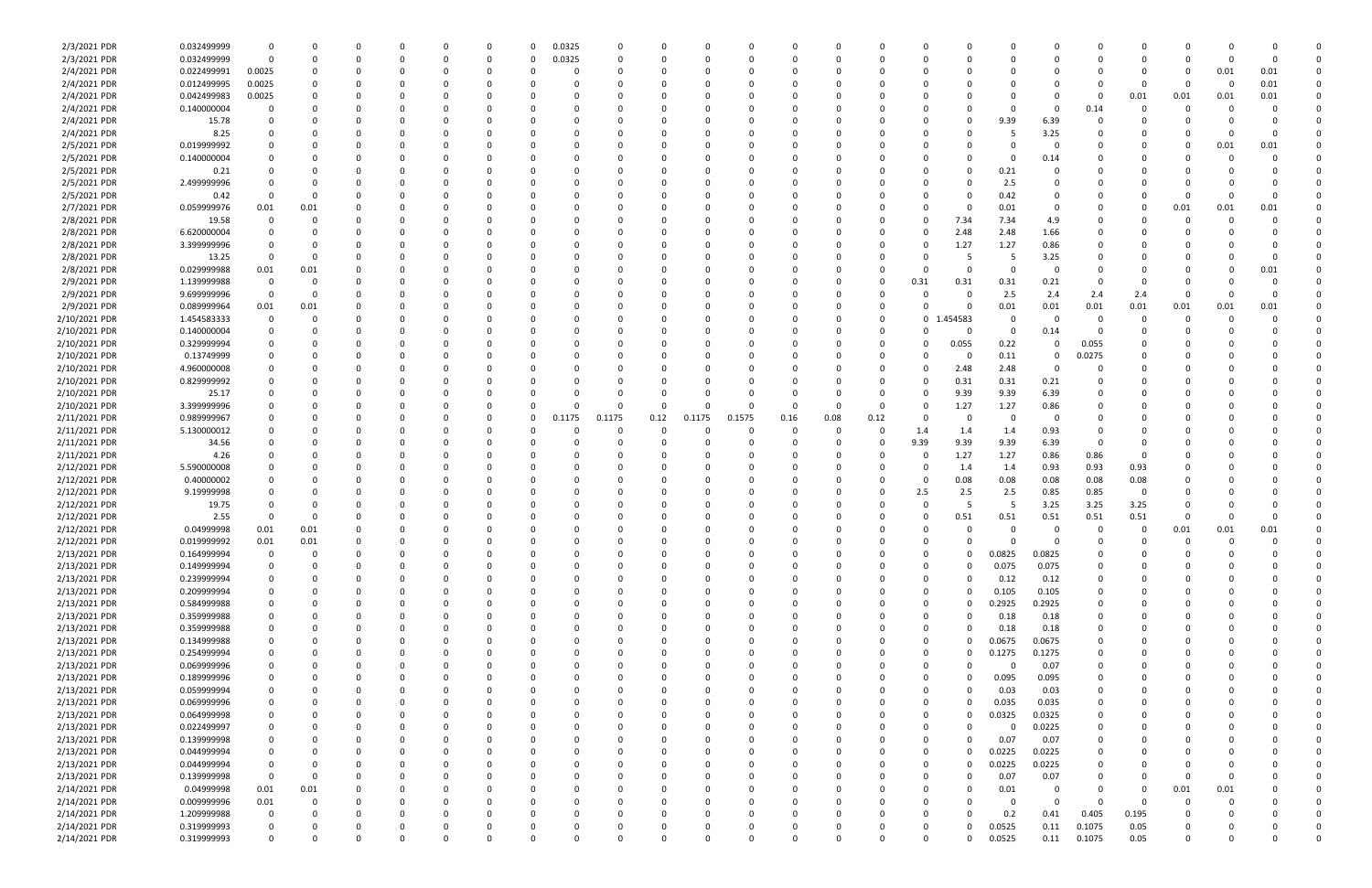| | | | | | | | | | | | | | | | | | | | | | | | | | | |
|---|---|---|---|---|---|---|---|---|---|---|---|---|---|---|---|---|---|---|---|---|---|---|---|---|---|---|
| 2/3/2021 PDR | 0.032499999 | 0 | 0 | 0 | 0 | 0 | 0 | 0 | 0.0325 | 0 | 0 | 0 | 0 | 0 | 0 | 0 | 0 | 0 | 0 | 0 | 0 | 0 | 0 | 0 | 0 | 0 |
| 2/3/2021 PDR | 0.032499999 | 0 | 0 | 0 | 0 | 0 | 0 | 0 | 0.0325 | 0 | 0 | 0 | 0 | 0 | 0 | 0 | 0 | 0 | 0 | 0 | 0 | 0 | 0 | 0 | 0 | 0 |
| 2/4/2021 PDR | 0.022499991 | 0.0025 | 0 | 0 | 0 | 0 | 0 | 0 | 0 | 0 | 0 | 0 | 0 | 0 | 0 | 0 | 0 | 0 | 0 | 0 | 0 | 0 | 0 | 0.01 | 0.01 | 0 |
| 2/4/2021 PDR | 0.012499995 | 0.0025 | 0 | 0 | 0 | 0 | 0 | 0 | 0 | 0 | 0 | 0 | 0 | 0 | 0 | 0 | 0 | 0 | 0 | 0 | 0 | 0 | 0 | 0 | 0.01 | 0 |
| 2/4/2021 PDR | 0.042499983 | 0.0025 | 0 | 0 | 0 | 0 | 0 | 0 | 0 | 0 | 0 | 0 | 0 | 0 | 0 | 0 | 0 | 0 | 0 | 0 | 0 | 0.01 | 0.01 | 0.01 | 0.01 | 0 |
| 2/4/2021 PDR | 0.140000004 | 0 | 0 | 0 | 0 | 0 | 0 | 0 | 0 | 0 | 0 | 0 | 0 | 0 | 0 | 0 | 0 | 0 | 0 | 0 | 0.14 | 0 | 0 | 0 | 0 | 0 |
| 2/4/2021 PDR | 15.78 | 0 | 0 | 0 | 0 | 0 | 0 | 0 | 0 | 0 | 0 | 0 | 0 | 0 | 0 | 0 | 0 | 0 | 9.39 | 6.39 | 0 | 0 | 0 | 0 | 0 | 0 |
| 2/4/2021 PDR | 8.25 | 0 | 0 | 0 | 0 | 0 | 0 | 0 | 0 | 0 | 0 | 0 | 0 | 0 | 0 | 0 | 0 | 0 | 5 | 3.25 | 0 | 0 | 0 | 0 | 0 | 0 |
| 2/5/2021 PDR | 0.019999992 | 0 | 0 | 0 | 0 | 0 | 0 | 0 | 0 | 0 | 0 | 0 | 0 | 0 | 0 | 0 | 0 | 0 | 0 | 0 | 0 | 0 | 0 | 0.01 | 0.01 | 0 |
| 2/5/2021 PDR | 0.140000004 | 0 | 0 | 0 | 0 | 0 | 0 | 0 | 0 | 0 | 0 | 0 | 0 | 0 | 0 | 0 | 0 | 0 | 0 | 0 | 0.14 | 0 | 0 | 0 | 0 | 0 |
| 2/5/2021 PDR | 0.21 | 0 | 0 | 0 | 0 | 0 | 0 | 0 | 0 | 0 | 0 | 0 | 0 | 0 | 0 | 0 | 0 | 0 | 0.21 | 0 | 0 | 0 | 0 | 0 | 0 | 0 |
| 2/5/2021 PDR | 2.499999996 | 0 | 0 | 0 | 0 | 0 | 0 | 0 | 0 | 0 | 0 | 0 | 0 | 0 | 0 | 0 | 0 | 0 | 2.5 | 0 | 0 | 0 | 0 | 0 | 0 | 0 |
| 2/5/2021 PDR | 0.42 | 0 | 0 | 0 | 0 | 0 | 0 | 0 | 0 | 0 | 0 | 0 | 0 | 0 | 0 | 0 | 0 | 0 | 0.42 | 0 | 0 | 0 | 0 | 0 | 0 | 0 |
| 2/7/2021 PDR | 0.059999976 | 0.01 | 0.01 | 0 | 0 | 0 | 0 | 0 | 0 | 0 | 0 | 0 | 0 | 0 | 0 | 0 | 0 | 0 | 0.01 | 0 | 0 | 0 | 0.01 | 0.01 | 0.01 | 0 |
| 2/8/2021 PDR | 19.58 | 0 | 0 | 0 | 0 | 0 | 0 | 0 | 0 | 0 | 0 | 0 | 0 | 0 | 0 | 0 | 0 | 7.34 | 7.34 | 4.9 | 0 | 0 | 0 | 0 | 0 | 0 |
| 2/8/2021 PDR | 6.620000004 | 0 | 0 | 0 | 0 | 0 | 0 | 0 | 0 | 0 | 0 | 0 | 0 | 0 | 0 | 0 | 0 | 2.48 | 2.48 | 1.66 | 0 | 0 | 0 | 0 | 0 | 0 |
| 2/8/2021 PDR | 3.399999996 | 0 | 0 | 0 | 0 | 0 | 0 | 0 | 0 | 0 | 0 | 0 | 0 | 0 | 0 | 0 | 0 | 1.27 | 1.27 | 0.86 | 0 | 0 | 0 | 0 | 0 | 0 |
| 2/8/2021 PDR | 13.25 | 0 | 0 | 0 | 0 | 0 | 0 | 0 | 0 | 0 | 0 | 0 | 0 | 0 | 0 | 0 | 0 | 5 | 5 | 3.25 | 0 | 0 | 0 | 0 | 0 | 0 |
| 2/8/2021 PDR | 0.029999988 | 0.01 | 0.01 | 0 | 0 | 0 | 0 | 0 | 0 | 0 | 0 | 0 | 0 | 0 | 0 | 0 | 0 | 0 | 0 | 0 | 0 | 0 | 0 | 0 | 0.01 | 0 |
| 2/9/2021 PDR | 1.139999988 | 0 | 0 | 0 | 0 | 0 | 0 | 0 | 0 | 0 | 0 | 0 | 0 | 0 | 0 | 0 | 0.31 | 0.31 | 0.31 | 0.21 | 0 | 0 | 0 | 0 | 0 | 0 |
| 2/9/2021 PDR | 9.699999996 | 0 | 0 | 0 | 0 | 0 | 0 | 0 | 0 | 0 | 0 | 0 | 0 | 0 | 0 | 0 | 0 | 0 | 2.5 | 2.4 | 2.4 | 2.4 | 0 | 0 | 0 | 0 |
| 2/9/2021 PDR | 0.089999964 | 0.01 | 0.01 | 0 | 0 | 0 | 0 | 0 | 0 | 0 | 0 | 0 | 0 | 0 | 0 | 0 | 0 | 0 | 0.01 | 0.01 | 0.01 | 0.01 | 0.01 | 0.01 | 0.01 | 0 |
| 2/10/2021 PDR | 1.454583333 | 0 | 0 | 0 | 0 | 0 | 0 | 0 | 0 | 0 | 0 | 0 | 0 | 0 | 0 | 0 | 0 | 1.454583 | 0 | 0 | 0 | 0 | 0 | 0 | 0 | 0 |
| 2/10/2021 PDR | 0.140000004 | 0 | 0 | 0 | 0 | 0 | 0 | 0 | 0 | 0 | 0 | 0 | 0 | 0 | 0 | 0 | 0 | 0 | 0 | 0 | 0.14 | 0 | 0 | 0 | 0 | 0 |
| 2/10/2021 PDR | 0.329999994 | 0 | 0 | 0 | 0 | 0 | 0 | 0 | 0 | 0 | 0 | 0 | 0 | 0 | 0 | 0 | 0 | 0.055 | 0.22 | 0 | 0.055 | 0 | 0 | 0 | 0 | 0 |
| 2/10/2021 PDR | 0.13749999 | 0 | 0 | 0 | 0 | 0 | 0 | 0 | 0 | 0 | 0 | 0 | 0 | 0 | 0 | 0 | 0 | 0 | 0.11 | 0 | 0.0275 | 0 | 0 | 0 | 0 | 0 |
| 2/10/2021 PDR | 4.960000008 | 0 | 0 | 0 | 0 | 0 | 0 | 0 | 0 | 0 | 0 | 0 | 0 | 0 | 0 | 0 | 0 | 2.48 | 2.48 | 0 | 0 | 0 | 0 | 0 | 0 | 0 |
| 2/10/2021 PDR | 0.829999992 | 0 | 0 | 0 | 0 | 0 | 0 | 0 | 0 | 0 | 0 | 0 | 0 | 0 | 0 | 0 | 0 | 0.31 | 0.31 | 0.21 | 0 | 0 | 0 | 0 | 0 | 0 |
| 2/10/2021 PDR | 25.17 | 0 | 0 | 0 | 0 | 0 | 0 | 0 | 0 | 0 | 0 | 0 | 0 | 0 | 0 | 0 | 0 | 9.39 | 9.39 | 6.39 | 0 | 0 | 0 | 0 | 0 | 0 |
| 2/10/2021 PDR | 3.399999996 | 0 | 0 | 0 | 0 | 0 | 0 | 0 | 0 | 0 | 0 | 0 | 0 | 0 | 0 | 0 | 0 | 1.27 | 1.27 | 0.86 | 0 | 0 | 0 | 0 | 0 | 0 |
| 2/11/2021 PDR | 0.989999967 | 0 | 0 | 0 | 0 | 0 | 0 | 0 | 0.1175 | 0.1175 | 0.12 | 0.1175 | 0.1575 | 0.16 | 0.08 | 0.12 | 0 | 0 | 0 | 0 | 0 | 0 | 0 | 0 | 0 | 0 |
| 2/11/2021 PDR | 5.130000012 | 0 | 0 | 0 | 0 | 0 | 0 | 0 | 0 | 0 | 0 | 0 | 0 | 0 | 0 | 0 | 1.4 | 1.4 | 1.4 | 0.93 | 0 | 0 | 0 | 0 | 0 | 0 |
| 2/11/2021 PDR | 34.56 | 0 | 0 | 0 | 0 | 0 | 0 | 0 | 0 | 0 | 0 | 0 | 0 | 0 | 0 | 0 | 9.39 | 9.39 | 9.39 | 6.39 | 0 | 0 | 0 | 0 | 0 | 0 |
| 2/11/2021 PDR | 4.26 | 0 | 0 | 0 | 0 | 0 | 0 | 0 | 0 | 0 | 0 | 0 | 0 | 0 | 0 | 0 | 0 | 1.27 | 1.27 | 0.86 | 0.86 | 0 | 0 | 0 | 0 | 0 |
| 2/12/2021 PDR | 5.590000008 | 0 | 0 | 0 | 0 | 0 | 0 | 0 | 0 | 0 | 0 | 0 | 0 | 0 | 0 | 0 | 0 | 1.4 | 1.4 | 0.93 | 0.93 | 0.93 | 0 | 0 | 0 | 0 |
| 2/12/2021 PDR | 0.40000002 | 0 | 0 | 0 | 0 | 0 | 0 | 0 | 0 | 0 | 0 | 0 | 0 | 0 | 0 | 0 | 0 | 0.08 | 0.08 | 0.08 | 0.08 | 0.08 | 0 | 0 | 0 | 0 |
| 2/12/2021 PDR | 9.19999998 | 0 | 0 | 0 | 0 | 0 | 0 | 0 | 0 | 0 | 0 | 0 | 0 | 0 | 0 | 0 | 2.5 | 2.5 | 2.5 | 0.85 | 0.85 | 0 | 0 | 0 | 0 | 0 |
| 2/12/2021 PDR | 19.75 | 0 | 0 | 0 | 0 | 0 | 0 | 0 | 0 | 0 | 0 | 0 | 0 | 0 | 0 | 0 | 0 | 5 | 5 | 3.25 | 3.25 | 3.25 | 0 | 0 | 0 | 0 |
| 2/12/2021 PDR | 2.55 | 0 | 0 | 0 | 0 | 0 | 0 | 0 | 0 | 0 | 0 | 0 | 0 | 0 | 0 | 0 | 0 | 0.51 | 0.51 | 0.51 | 0.51 | 0.51 | 0 | 0 | 0 | 0 |
| 2/12/2021 PDR | 0.04999998 | 0.01 | 0.01 | 0 | 0 | 0 | 0 | 0 | 0 | 0 | 0 | 0 | 0 | 0 | 0 | 0 | 0 | 0 | 0 | 0 | 0 | 0 | 0.01 | 0.01 | 0.01 | 0 |
| 2/12/2021 PDR | 0.019999992 | 0.01 | 0.01 | 0 | 0 | 0 | 0 | 0 | 0 | 0 | 0 | 0 | 0 | 0 | 0 | 0 | 0 | 0 | 0 | 0 | 0 | 0 | 0 | 0 | 0 | 0 |
| 2/13/2021 PDR | 0.164999994 | 0 | 0 | 0 | 0 | 0 | 0 | 0 | 0 | 0 | 0 | 0 | 0 | 0 | 0 | 0 | 0 | 0 | 0.0825 | 0.0825 | 0 | 0 | 0 | 0 | 0 | 0 |
| 2/13/2021 PDR | 0.149999994 | 0 | 0 | 0 | 0 | 0 | 0 | 0 | 0 | 0 | 0 | 0 | 0 | 0 | 0 | 0 | 0 | 0 | 0.075 | 0.075 | 0 | 0 | 0 | 0 | 0 | 0 |
| 2/13/2021 PDR | 0.239999994 | 0 | 0 | 0 | 0 | 0 | 0 | 0 | 0 | 0 | 0 | 0 | 0 | 0 | 0 | 0 | 0 | 0 | 0.12 | 0.12 | 0 | 0 | 0 | 0 | 0 | 0 |
| 2/13/2021 PDR | 0.209999994 | 0 | 0 | 0 | 0 | 0 | 0 | 0 | 0 | 0 | 0 | 0 | 0 | 0 | 0 | 0 | 0 | 0 | 0.105 | 0.105 | 0 | 0 | 0 | 0 | 0 | 0 |
| 2/13/2021 PDR | 0.584999988 | 0 | 0 | 0 | 0 | 0 | 0 | 0 | 0 | 0 | 0 | 0 | 0 | 0 | 0 | 0 | 0 | 0 | 0.2925 | 0.2925 | 0 | 0 | 0 | 0 | 0 | 0 |
| 2/13/2021 PDR | 0.359999988 | 0 | 0 | 0 | 0 | 0 | 0 | 0 | 0 | 0 | 0 | 0 | 0 | 0 | 0 | 0 | 0 | 0 | 0.18 | 0.18 | 0 | 0 | 0 | 0 | 0 | 0 |
| 2/13/2021 PDR | 0.359999988 | 0 | 0 | 0 | 0 | 0 | 0 | 0 | 0 | 0 | 0 | 0 | 0 | 0 | 0 | 0 | 0 | 0 | 0.18 | 0.18 | 0 | 0 | 0 | 0 | 0 | 0 |
| 2/13/2021 PDR | 0.134999988 | 0 | 0 | 0 | 0 | 0 | 0 | 0 | 0 | 0 | 0 | 0 | 0 | 0 | 0 | 0 | 0 | 0 | 0.0675 | 0.0675 | 0 | 0 | 0 | 0 | 0 | 0 |
| 2/13/2021 PDR | 0.254999994 | 0 | 0 | 0 | 0 | 0 | 0 | 0 | 0 | 0 | 0 | 0 | 0 | 0 | 0 | 0 | 0 | 0 | 0.1275 | 0.1275 | 0 | 0 | 0 | 0 | 0 | 0 |
| 2/13/2021 PDR | 0.069999996 | 0 | 0 | 0 | 0 | 0 | 0 | 0 | 0 | 0 | 0 | 0 | 0 | 0 | 0 | 0 | 0 | 0 | 0 | 0.07 | 0 | 0 | 0 | 0 | 0 | 0 |
| 2/13/2021 PDR | 0.189999996 | 0 | 0 | 0 | 0 | 0 | 0 | 0 | 0 | 0 | 0 | 0 | 0 | 0 | 0 | 0 | 0 | 0 | 0.095 | 0.095 | 0 | 0 | 0 | 0 | 0 | 0 |
| 2/13/2021 PDR | 0.059999994 | 0 | 0 | 0 | 0 | 0 | 0 | 0 | 0 | 0 | 0 | 0 | 0 | 0 | 0 | 0 | 0 | 0 | 0.03 | 0.03 | 0 | 0 | 0 | 0 | 0 | 0 |
| 2/13/2021 PDR | 0.069999996 | 0 | 0 | 0 | 0 | 0 | 0 | 0 | 0 | 0 | 0 | 0 | 0 | 0 | 0 | 0 | 0 | 0 | 0.035 | 0.035 | 0 | 0 | 0 | 0 | 0 | 0 |
| 2/13/2021 PDR | 0.064999998 | 0 | 0 | 0 | 0 | 0 | 0 | 0 | 0 | 0 | 0 | 0 | 0 | 0 | 0 | 0 | 0 | 0 | 0.0325 | 0.0325 | 0 | 0 | 0 | 0 | 0 | 0 |
| 2/13/2021 PDR | 0.022499997 | 0 | 0 | 0 | 0 | 0 | 0 | 0 | 0 | 0 | 0 | 0 | 0 | 0 | 0 | 0 | 0 | 0 | 0 | 0.0225 | 0 | 0 | 0 | 0 | 0 | 0 |
| 2/13/2021 PDR | 0.139999998 | 0 | 0 | 0 | 0 | 0 | 0 | 0 | 0 | 0 | 0 | 0 | 0 | 0 | 0 | 0 | 0 | 0 | 0.07 | 0.07 | 0 | 0 | 0 | 0 | 0 | 0 |
| 2/13/2021 PDR | 0.044999994 | 0 | 0 | 0 | 0 | 0 | 0 | 0 | 0 | 0 | 0 | 0 | 0 | 0 | 0 | 0 | 0 | 0 | 0.0225 | 0.0225 | 0 | 0 | 0 | 0 | 0 | 0 |
| 2/13/2021 PDR | 0.044999994 | 0 | 0 | 0 | 0 | 0 | 0 | 0 | 0 | 0 | 0 | 0 | 0 | 0 | 0 | 0 | 0 | 0 | 0.0225 | 0.0225 | 0 | 0 | 0 | 0 | 0 | 0 |
| 2/13/2021 PDR | 0.139999998 | 0 | 0 | 0 | 0 | 0 | 0 | 0 | 0 | 0 | 0 | 0 | 0 | 0 | 0 | 0 | 0 | 0 | 0.07 | 0.07 | 0 | 0 | 0 | 0 | 0 | 0 |
| 2/14/2021 PDR | 0.04999998 | 0.01 | 0.01 | 0 | 0 | 0 | 0 | 0 | 0 | 0 | 0 | 0 | 0 | 0 | 0 | 0 | 0 | 0 | 0.01 | 0 | 0 | 0 | 0 | 0.01 | 0.01 | 0 |
| 2/14/2021 PDR | 0.009999996 | 0.01 | 0 | 0 | 0 | 0 | 0 | 0 | 0 | 0 | 0 | 0 | 0 | 0 | 0 | 0 | 0 | 0 | 0 | 0 | 0 | 0 | 0 | 0 | 0 | 0 |
| 2/14/2021 PDR | 1.209999988 | 0 | 0 | 0 | 0 | 0 | 0 | 0 | 0 | 0 | 0 | 0 | 0 | 0 | 0 | 0 | 0 | 0 | 0.2 | 0.41 | 0.405 | 0.195 | 0 | 0 | 0 | 0 |
| 2/14/2021 PDR | 0.319999993 | 0 | 0 | 0 | 0 | 0 | 0 | 0 | 0 | 0 | 0 | 0 | 0 | 0 | 0 | 0 | 0 | 0 | 0.0525 | 0.11 | 0.1075 | 0.05 | 0 | 0 | 0 | 0 |
| 2/14/2021 PDR | 0.319999993 | 0 | 0 | 0 | 0 | 0 | 0 | 0 | 0 | 0 | 0 | 0 | 0 | 0 | 0 | 0 | 0 | 0 | 0.0525 | 0.11 | 0.1075 | 0.05 | 0 | 0 | 0 | 0 |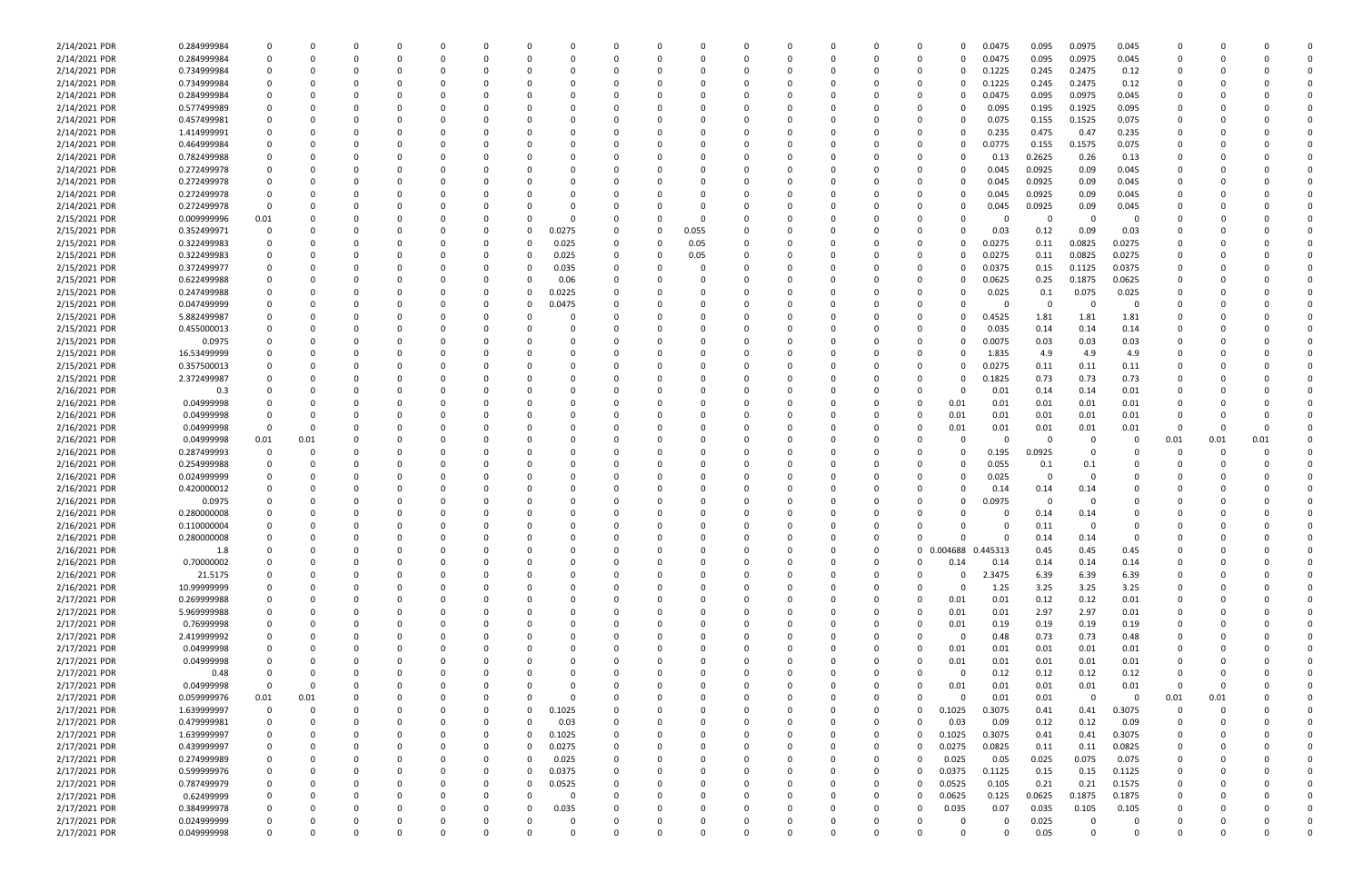| | | | | | | | | | | | | | | | | | | | | | | | | | | |
|---|---|---|---|---|---|---|---|---|---|---|---|---|---|---|---|---|---|---|---|---|---|---|---|---|---|---|
| 2/14/2021 PDR | 0.284999984 | 0 | 0 | 0 | 0 | 0 | 0 | 0 | 0 | 0 | 0 | 0 | 0 | 0 | 0 | 0 | 0 | 0 | 0.0475 | 0.095 | 0.0975 | 0.045 | 0 | 0 | 0 | 0 |
| 2/14/2021 PDR | 0.284999984 | 0 | 0 | 0 | 0 | 0 | 0 | 0 | 0 | 0 | 0 | 0 | 0 | 0 | 0 | 0 | 0 | 0 | 0.0475 | 0.095 | 0.0975 | 0.045 | 0 | 0 | 0 | 0 |
| 2/14/2021 PDR | 0.734999984 | 0 | 0 | 0 | 0 | 0 | 0 | 0 | 0 | 0 | 0 | 0 | 0 | 0 | 0 | 0 | 0 | 0 | 0.1225 | 0.245 | 0.2475 | 0.12 | 0 | 0 | 0 | 0 |
| 2/14/2021 PDR | 0.734999984 | 0 | 0 | 0 | 0 | 0 | 0 | 0 | 0 | 0 | 0 | 0 | 0 | 0 | 0 | 0 | 0 | 0 | 0.1225 | 0.245 | 0.2475 | 0.12 | 0 | 0 | 0 | 0 |
| 2/14/2021 PDR | 0.284999984 | 0 | 0 | 0 | 0 | 0 | 0 | 0 | 0 | 0 | 0 | 0 | 0 | 0 | 0 | 0 | 0 | 0 | 0.0475 | 0.095 | 0.0975 | 0.045 | 0 | 0 | 0 | 0 |
| 2/14/2021 PDR | 0.577499989 | 0 | 0 | 0 | 0 | 0 | 0 | 0 | 0 | 0 | 0 | 0 | 0 | 0 | 0 | 0 | 0 | 0 | 0.095 | 0.195 | 0.1925 | 0.095 | 0 | 0 | 0 | 0 |
| 2/14/2021 PDR | 0.457499981 | 0 | 0 | 0 | 0 | 0 | 0 | 0 | 0 | 0 | 0 | 0 | 0 | 0 | 0 | 0 | 0 | 0 | 0.075 | 0.155 | 0.1525 | 0.075 | 0 | 0 | 0 | 0 |
| 2/14/2021 PDR | 1.414999991 | 0 | 0 | 0 | 0 | 0 | 0 | 0 | 0 | 0 | 0 | 0 | 0 | 0 | 0 | 0 | 0 | 0 | 0.235 | 0.475 | 0.47 | 0.235 | 0 | 0 | 0 | 0 |
| 2/14/2021 PDR | 0.464999984 | 0 | 0 | 0 | 0 | 0 | 0 | 0 | 0 | 0 | 0 | 0 | 0 | 0 | 0 | 0 | 0 | 0 | 0.0775 | 0.155 | 0.1575 | 0.075 | 0 | 0 | 0 | 0 |
| 2/14/2021 PDR | 0.782499988 | 0 | 0 | 0 | 0 | 0 | 0 | 0 | 0 | 0 | 0 | 0 | 0 | 0 | 0 | 0 | 0 | 0 | 0.13 | 0.2625 | 0.26 | 0.13 | 0 | 0 | 0 | 0 |
| 2/14/2021 PDR | 0.272499978 | 0 | 0 | 0 | 0 | 0 | 0 | 0 | 0 | 0 | 0 | 0 | 0 | 0 | 0 | 0 | 0 | 0 | 0.045 | 0.0925 | 0.09 | 0.045 | 0 | 0 | 0 | 0 |
| 2/14/2021 PDR | 0.272499978 | 0 | 0 | 0 | 0 | 0 | 0 | 0 | 0 | 0 | 0 | 0 | 0 | 0 | 0 | 0 | 0 | 0 | 0.045 | 0.0925 | 0.09 | 0.045 | 0 | 0 | 0 | 0 |
| 2/14/2021 PDR | 0.272499978 | 0 | 0 | 0 | 0 | 0 | 0 | 0 | 0 | 0 | 0 | 0 | 0 | 0 | 0 | 0 | 0 | 0 | 0.045 | 0.0925 | 0.09 | 0.045 | 0 | 0 | 0 | 0 |
| 2/14/2021 PDR | 0.272499978 | 0 | 0 | 0 | 0 | 0 | 0 | 0 | 0 | 0 | 0 | 0 | 0 | 0 | 0 | 0 | 0 | 0 | 0.045 | 0.0925 | 0.09 | 0.045 | 0 | 0 | 0 | 0 |
| 2/15/2021 PDR | 0.009999996 | 0.01 | 0 | 0 | 0 | 0 | 0 | 0 | 0 | 0 | 0 | 0 | 0 | 0 | 0 | 0 | 0 | 0 | 0 | 0 | 0 | 0 | 0 | 0 | 0 | 0 |
| 2/15/2021 PDR | 0.352499971 | 0 | 0 | 0 | 0 | 0 | 0 | 0 | 0.0275 | 0 | 0 | 0.055 | 0 | 0 | 0 | 0 | 0 | 0 | 0.03 | 0.12 | 0.09 | 0.03 | 0 | 0 | 0 | 0 |
| 2/15/2021 PDR | 0.322499983 | 0 | 0 | 0 | 0 | 0 | 0 | 0 | 0.025 | 0 | 0 | 0.05 | 0 | 0 | 0 | 0 | 0 | 0 | 0.0275 | 0.11 | 0.0825 | 0.0275 | 0 | 0 | 0 | 0 |
| 2/15/2021 PDR | 0.322499983 | 0 | 0 | 0 | 0 | 0 | 0 | 0 | 0.025 | 0 | 0 | 0.05 | 0 | 0 | 0 | 0 | 0 | 0 | 0.0275 | 0.11 | 0.0825 | 0.0275 | 0 | 0 | 0 | 0 |
| 2/15/2021 PDR | 0.372499977 | 0 | 0 | 0 | 0 | 0 | 0 | 0 | 0.035 | 0 | 0 | 0 | 0 | 0 | 0 | 0 | 0 | 0 | 0.0375 | 0.15 | 0.1125 | 0.0375 | 0 | 0 | 0 | 0 |
| 2/15/2021 PDR | 0.622499988 | 0 | 0 | 0 | 0 | 0 | 0 | 0 | 0.06 | 0 | 0 | 0 | 0 | 0 | 0 | 0 | 0 | 0 | 0.0625 | 0.25 | 0.1875 | 0.0625 | 0 | 0 | 0 | 0 |
| 2/15/2021 PDR | 0.247499988 | 0 | 0 | 0 | 0 | 0 | 0 | 0 | 0.0225 | 0 | 0 | 0 | 0 | 0 | 0 | 0 | 0 | 0 | 0.025 | 0.1 | 0.075 | 0.025 | 0 | 0 | 0 | 0 |
| 2/15/2021 PDR | 0.047499989 | 0 | 0 | 0 | 0 | 0 | 0 | 0 | 0.0475 | 0 | 0 | 0 | 0 | 0 | 0 | 0 | 0 | 0 | 0 | 0 | 0 | 0 | 0 | 0 | 0 | 0 |
| 2/15/2021 PDR | 5.882499987 | 0 | 0 | 0 | 0 | 0 | 0 | 0 | 0 | 0 | 0 | 0 | 0 | 0 | 0 | 0 | 0 | 0 | 0.4525 | 1.81 | 1.81 | 1.81 | 0 | 0 | 0 | 0 |
| 2/15/2021 PDR | 0.455000013 | 0 | 0 | 0 | 0 | 0 | 0 | 0 | 0 | 0 | 0 | 0 | 0 | 0 | 0 | 0 | 0 | 0 | 0.035 | 0.14 | 0.14 | 0.14 | 0 | 0 | 0 | 0 |
| 2/15/2021 PDR | 0.0975 | 0 | 0 | 0 | 0 | 0 | 0 | 0 | 0 | 0 | 0 | 0 | 0 | 0 | 0 | 0 | 0 | 0 | 0.0075 | 0.03 | 0.03 | 0.03 | 0 | 0 | 0 | 0 |
| 2/15/2021 PDR | 16.53499999 | 0 | 0 | 0 | 0 | 0 | 0 | 0 | 0 | 0 | 0 | 0 | 0 | 0 | 0 | 0 | 0 | 0 | 1.835 | 4.9 | 4.9 | 4.9 | 0 | 0 | 0 | 0 |
| 2/15/2021 PDR | 0.357500013 | 0 | 0 | 0 | 0 | 0 | 0 | 0 | 0 | 0 | 0 | 0 | 0 | 0 | 0 | 0 | 0 | 0 | 0.0275 | 0.11 | 0.11 | 0.11 | 0 | 0 | 0 | 0 |
| 2/15/2021 PDR | 2.372499987 | 0 | 0 | 0 | 0 | 0 | 0 | 0 | 0 | 0 | 0 | 0 | 0 | 0 | 0 | 0 | 0 | 0 | 0.1825 | 0.73 | 0.73 | 0.73 | 0 | 0 | 0 | 0 |
| 2/16/2021 PDR | 0.3 | 0 | 0 | 0 | 0 | 0 | 0 | 0 | 0 | 0 | 0 | 0 | 0 | 0 | 0 | 0 | 0 | 0 | 0.01 | 0.14 | 0.14 | 0.01 | 0 | 0 | 0 | 0 |
| 2/16/2021 PDR | 0.04999998 | 0 | 0 | 0 | 0 | 0 | 0 | 0 | 0 | 0 | 0 | 0 | 0 | 0 | 0 | 0 | 0 | 0.01 | 0.01 | 0.01 | 0.01 | 0.01 | 0 | 0 | 0 | 0 |
| 2/16/2021 PDR | 0.04999998 | 0 | 0 | 0 | 0 | 0 | 0 | 0 | 0 | 0 | 0 | 0 | 0 | 0 | 0 | 0 | 0 | 0.01 | 0.01 | 0.01 | 0.01 | 0.01 | 0 | 0 | 0 | 0 |
| 2/16/2021 PDR | 0.04999998 | 0 | 0 | 0 | 0 | 0 | 0 | 0 | 0 | 0 | 0 | 0 | 0 | 0 | 0 | 0 | 0 | 0.01 | 0.01 | 0.01 | 0.01 | 0.01 | 0 | 0 | 0 | 0 |
| 2/16/2021 PDR | 0.04999998 | 0.01 | 0.01 | 0 | 0 | 0 | 0 | 0 | 0 | 0 | 0 | 0 | 0 | 0 | 0 | 0 | 0 | 0 | 0 | 0 | 0 | 0 | 0.01 | 0.01 | 0.01 | 0 |
| 2/16/2021 PDR | 0.287499993 | 0 | 0 | 0 | 0 | 0 | 0 | 0 | 0 | 0 | 0 | 0 | 0 | 0 | 0 | 0 | 0 | 0 | 0.195 | 0.0925 | 0 | 0 | 0 | 0 | 0 | 0 |
| 2/16/2021 PDR | 0.254999988 | 0 | 0 | 0 | 0 | 0 | 0 | 0 | 0 | 0 | 0 | 0 | 0 | 0 | 0 | 0 | 0 | 0 | 0.055 | 0.1 | 0.1 | 0 | 0 | 0 | 0 | 0 |
| 2/16/2021 PDR | 0.024999999 | 0 | 0 | 0 | 0 | 0 | 0 | 0 | 0 | 0 | 0 | 0 | 0 | 0 | 0 | 0 | 0 | 0 | 0.025 | 0 | 0 | 0 | 0 | 0 | 0 | 0 |
| 2/16/2021 PDR | 0.420000012 | 0 | 0 | 0 | 0 | 0 | 0 | 0 | 0 | 0 | 0 | 0 | 0 | 0 | 0 | 0 | 0 | 0 | 0.14 | 0.14 | 0.14 | 0 | 0 | 0 | 0 | 0 |
| 2/16/2021 PDR | 0.0975 | 0 | 0 | 0 | 0 | 0 | 0 | 0 | 0 | 0 | 0 | 0 | 0 | 0 | 0 | 0 | 0 | 0 | 0.0975 | 0 | 0 | 0 | 0 | 0 | 0 | 0 |
| 2/16/2021 PDR | 0.280000008 | 0 | 0 | 0 | 0 | 0 | 0 | 0 | 0 | 0 | 0 | 0 | 0 | 0 | 0 | 0 | 0 | 0 | 0 | 0.14 | 0.14 | 0 | 0 | 0 | 0 | 0 |
| 2/16/2021 PDR | 0.110000004 | 0 | 0 | 0 | 0 | 0 | 0 | 0 | 0 | 0 | 0 | 0 | 0 | 0 | 0 | 0 | 0 | 0 | 0 | 0.11 | 0 | 0 | 0 | 0 | 0 | 0 |
| 2/16/2021 PDR | 0.280000008 | 0 | 0 | 0 | 0 | 0 | 0 | 0 | 0 | 0 | 0 | 0 | 0 | 0 | 0 | 0 | 0 | 0 | 0 | 0.14 | 0.14 | 0 | 0 | 0 | 0 | 0 |
| 2/16/2021 PDR | 1.8 | 0 | 0 | 0 | 0 | 0 | 0 | 0 | 0 | 0 | 0 | 0 | 0 | 0 | 0 | 0 | 0 | 0.004688 | 0.445313 | 0.45 | 0.45 | 0.45 | 0 | 0 | 0 | 0 |
| 2/16/2021 PDR | 0.70000002 | 0 | 0 | 0 | 0 | 0 | 0 | 0 | 0 | 0 | 0 | 0 | 0 | 0 | 0 | 0 | 0 | 0.14 | 0.14 | 0.14 | 0.14 | 0.14 | 0 | 0 | 0 | 0 |
| 2/16/2021 PDR | 21.5175 | 0 | 0 | 0 | 0 | 0 | 0 | 0 | 0 | 0 | 0 | 0 | 0 | 0 | 0 | 0 | 0 | 0 | 2.3475 | 6.39 | 6.39 | 6.39 | 0 | 0 | 0 | 0 |
| 2/16/2021 PDR | 10.99999999 | 0 | 0 | 0 | 0 | 0 | 0 | 0 | 0 | 0 | 0 | 0 | 0 | 0 | 0 | 0 | 0 | 0 | 1.25 | 3.25 | 3.25 | 3.25 | 0 | 0 | 0 | 0 |
| 2/17/2021 PDR | 0.269999988 | 0 | 0 | 0 | 0 | 0 | 0 | 0 | 0 | 0 | 0 | 0 | 0 | 0 | 0 | 0 | 0 | 0.01 | 0.01 | 0.12 | 0.12 | 0.01 | 0 | 0 | 0 | 0 |
| 2/17/2021 PDR | 5.969999988 | 0 | 0 | 0 | 0 | 0 | 0 | 0 | 0 | 0 | 0 | 0 | 0 | 0 | 0 | 0 | 0 | 0.01 | 0.01 | 2.97 | 2.97 | 0.01 | 0 | 0 | 0 | 0 |
| 2/17/2021 PDR | 0.76999998 | 0 | 0 | 0 | 0 | 0 | 0 | 0 | 0 | 0 | 0 | 0 | 0 | 0 | 0 | 0 | 0 | 0.01 | 0.19 | 0.19 | 0.19 | 0.19 | 0 | 0 | 0 | 0 |
| 2/17/2021 PDR | 2.419999992 | 0 | 0 | 0 | 0 | 0 | 0 | 0 | 0 | 0 | 0 | 0 | 0 | 0 | 0 | 0 | 0 | 0 | 0.48 | 0.73 | 0.73 | 0.48 | 0 | 0 | 0 | 0 |
| 2/17/2021 PDR | 0.04999998 | 0 | 0 | 0 | 0 | 0 | 0 | 0 | 0 | 0 | 0 | 0 | 0 | 0 | 0 | 0 | 0 | 0.01 | 0.01 | 0.01 | 0.01 | 0.01 | 0 | 0 | 0 | 0 |
| 2/17/2021 PDR | 0.04999998 | 0 | 0 | 0 | 0 | 0 | 0 | 0 | 0 | 0 | 0 | 0 | 0 | 0 | 0 | 0 | 0 | 0.01 | 0.01 | 0.01 | 0.01 | 0.01 | 0 | 0 | 0 | 0 |
| 2/17/2021 PDR | 0.48 | 0 | 0 | 0 | 0 | 0 | 0 | 0 | 0 | 0 | 0 | 0 | 0 | 0 | 0 | 0 | 0 | 0 | 0.12 | 0.12 | 0.12 | 0.12 | 0 | 0 | 0 | 0 |
| 2/17/2021 PDR | 0.04999998 | 0 | 0 | 0 | 0 | 0 | 0 | 0 | 0 | 0 | 0 | 0 | 0 | 0 | 0 | 0 | 0 | 0.01 | 0.01 | 0.01 | 0.01 | 0.01 | 0 | 0 | 0 | 0 |
| 2/17/2021 PDR | 0.059999976 | 0.01 | 0.01 | 0 | 0 | 0 | 0 | 0 | 0 | 0 | 0 | 0 | 0 | 0 | 0 | 0 | 0 | 0 | 0.01 | 0.01 | 0 | 0 | 0.01 | 0.01 | 0 | 0 |
| 2/17/2021 PDR | 1.639999997 | 0 | 0 | 0 | 0 | 0 | 0 | 0 | 0.1025 | 0 | 0 | 0 | 0 | 0 | 0 | 0 | 0 | 0.1025 | 0.3075 | 0.41 | 0.41 | 0.3075 | 0 | 0 | 0 | 0 |
| 2/17/2021 PDR | 0.479999981 | 0 | 0 | 0 | 0 | 0 | 0 | 0 | 0.03 | 0 | 0 | 0 | 0 | 0 | 0 | 0 | 0 | 0.03 | 0.09 | 0.12 | 0.12 | 0.09 | 0 | 0 | 0 | 0 |
| 2/17/2021 PDR | 1.639999997 | 0 | 0 | 0 | 0 | 0 | 0 | 0 | 0.1025 | 0 | 0 | 0 | 0 | 0 | 0 | 0 | 0 | 0.1025 | 0.3075 | 0.41 | 0.41 | 0.3075 | 0 | 0 | 0 | 0 |
| 2/17/2021 PDR | 0.439999997 | 0 | 0 | 0 | 0 | 0 | 0 | 0 | 0.0275 | 0 | 0 | 0 | 0 | 0 | 0 | 0 | 0 | 0.0275 | 0.0825 | 0.11 | 0.11 | 0.0825 | 0 | 0 | 0 | 0 |
| 2/17/2021 PDR | 0.274999989 | 0 | 0 | 0 | 0 | 0 | 0 | 0 | 0.025 | 0 | 0 | 0 | 0 | 0 | 0 | 0 | 0 | 0.025 | 0.05 | 0.025 | 0.075 | 0.075 | 0 | 0 | 0 | 0 |
| 2/17/2021 PDR | 0.599999976 | 0 | 0 | 0 | 0 | 0 | 0 | 0 | 0.0375 | 0 | 0 | 0 | 0 | 0 | 0 | 0 | 0 | 0.0375 | 0.1125 | 0.15 | 0.15 | 0.1125 | 0 | 0 | 0 | 0 |
| 2/17/2021 PDR | 0.787499979 | 0 | 0 | 0 | 0 | 0 | 0 | 0 | 0.0525 | 0 | 0 | 0 | 0 | 0 | 0 | 0 | 0 | 0.0525 | 0.105 | 0.21 | 0.21 | 0.1575 | 0 | 0 | 0 | 0 |
| 2/17/2021 PDR | 0.62499999 | 0 | 0 | 0 | 0 | 0 | 0 | 0 | 0 | 0 | 0 | 0 | 0 | 0 | 0 | 0 | 0 | 0.0625 | 0.125 | 0.0625 | 0.1875 | 0.1875 | 0 | 0 | 0 | 0 |
| 2/17/2021 PDR | 0.384999978 | 0 | 0 | 0 | 0 | 0 | 0 | 0 | 0.035 | 0 | 0 | 0 | 0 | 0 | 0 | 0 | 0 | 0.035 | 0.07 | 0.035 | 0.105 | 0.105 | 0 | 0 | 0 | 0 |
| 2/17/2021 PDR | 0.024999999 | 0 | 0 | 0 | 0 | 0 | 0 | 0 | 0 | 0 | 0 | 0 | 0 | 0 | 0 | 0 | 0 | 0 | 0 | 0.025 | 0 | 0 | 0 | 0 | 0 | 0 |
| 2/17/2021 PDR | 0.049999998 | 0 | 0 | 0 | 0 | 0 | 0 | 0 | 0 | 0 | 0 | 0 | 0 | 0 | 0 | 0 | 0 | 0 | 0 | 0.05 | 0 | 0 | 0 | 0 | 0 | 0 |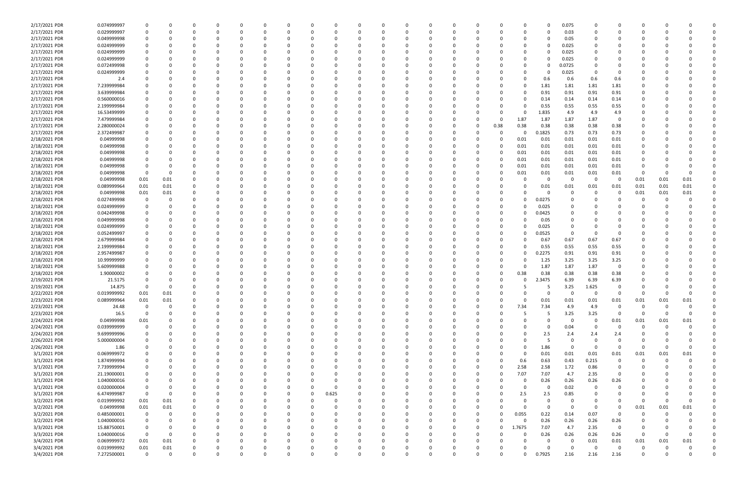| 2/17/2021 PDR | 0.074999997 | 0 | 0 | 0 | 0 | 0 | 0 | 0 | 0 | 0 | 0 | 0 | 0 | 0 | 0 | 0 | 0 | 0 | 0 | 0.075 | 0 | 0 | 0 | 0 | 0 | 0 |
|---|---|---|---|---|---|---|---|---|---|---|---|---|---|---|---|---|---|---|---|---|---|---|---|---|---|---|
| 2/17/2021 PDR | 0.029999997 | 0 | 0 | 0 | 0 | 0 | 0 | 0 | 0 | 0 | 0 | 0 | 0 | 0 | 0 | 0 | 0 | 0 | 0 | 0.03 | 0 | 0 | 0 | 0 | 0 | 0 |
| 2/17/2021 PDR | 0.049999998 | 0 | 0 | 0 | 0 | 0 | 0 | 0 | 0 | 0 | 0 | 0 | 0 | 0 | 0 | 0 | 0 | 0 | 0 | 0.05 | 0 | 0 | 0 | 0 | 0 | 0 |
| 2/17/2021 PDR | 0.024999999 | 0 | 0 | 0 | 0 | 0 | 0 | 0 | 0 | 0 | 0 | 0 | 0 | 0 | 0 | 0 | 0 | 0 | 0 | 0.025 | 0 | 0 | 0 | 0 | 0 | 0 |
| 2/17/2021 PDR | 0.024999999 | 0 | 0 | 0 | 0 | 0 | 0 | 0 | 0 | 0 | 0 | 0 | 0 | 0 | 0 | 0 | 0 | 0 | 0 | 0.025 | 0 | 0 | 0 | 0 | 0 | 0 |
| 2/17/2021 PDR | 0.024999999 | 0 | 0 | 0 | 0 | 0 | 0 | 0 | 0 | 0 | 0 | 0 | 0 | 0 | 0 | 0 | 0 | 0 | 0 | 0.025 | 0 | 0 | 0 | 0 | 0 | 0 |
| 2/17/2021 PDR | 0.072499998 | 0 | 0 | 0 | 0 | 0 | 0 | 0 | 0 | 0 | 0 | 0 | 0 | 0 | 0 | 0 | 0 | 0 | 0 | 0.0725 | 0 | 0 | 0 | 0 | 0 | 0 |
| 2/17/2021 PDR | 0.024999999 | 0 | 0 | 0 | 0 | 0 | 0 | 0 | 0 | 0 | 0 | 0 | 0 | 0 | 0 | 0 | 0 | 0 | 0 | 0.025 | 0 | 0 | 0 | 0 | 0 | 0 |
| 2/17/2021 PDR | 2.4 | 0 | 0 | 0 | 0 | 0 | 0 | 0 | 0 | 0 | 0 | 0 | 0 | 0 | 0 | 0 | 0 | 0 | 0.6 | 0.6 | 0.6 | 0.6 | 0 | 0 | 0 | 0 |
| 2/17/2021 PDR | 7.239999984 | 0 | 0 | 0 | 0 | 0 | 0 | 0 | 0 | 0 | 0 | 0 | 0 | 0 | 0 | 0 | 0 | 0 | 1.81 | 1.81 | 1.81 | 1.81 | 0 | 0 | 0 | 0 |
| 2/17/2021 PDR | 3.639999984 | 0 | 0 | 0 | 0 | 0 | 0 | 0 | 0 | 0 | 0 | 0 | 0 | 0 | 0 | 0 | 0 | 0 | 0.91 | 0.91 | 0.91 | 0.91 | 0 | 0 | 0 | 0 |
| 2/17/2021 PDR | 0.560000016 | 0 | 0 | 0 | 0 | 0 | 0 | 0 | 0 | 0 | 0 | 0 | 0 | 0 | 0 | 0 | 0 | 0 | 0.14 | 0.14 | 0.14 | 0.14 | 0 | 0 | 0 | 0 |
| 2/17/2021 PDR | 2.199999984 | 0 | 0 | 0 | 0 | 0 | 0 | 0 | 0 | 0 | 0 | 0 | 0 | 0 | 0 | 0 | 0 | 0 | 0.55 | 0.55 | 0.55 | 0.55 | 0 | 0 | 0 | 0 |
| 2/17/2021 PDR | 16.53499999 | 0 | 0 | 0 | 0 | 0 | 0 | 0 | 0 | 0 | 0 | 0 | 0 | 0 | 0 | 0 | 0 | 0 | 1.835 | 4.9 | 4.9 | 4.9 | 0 | 0 | 0 | 0 |
| 2/17/2021 PDR | 7.479999984 | 0 | 0 | 0 | 0 | 0 | 0 | 0 | 0 | 0 | 0 | 0 | 0 | 0 | 0 | 0 | 0 | 1.87 | 1.87 | 1.87 | 1.87 | 0 | 0 | 0 | 0 | 0 |
| 2/17/2021 PDR | 2.280000024 | 0 | 0 | 0 | 0 | 0 | 0 | 0 | 0 | 0 | 0 | 0 | 0 | 0 | 0 | 0 | 0.38 | 0.38 | 0.38 | 0.38 | 0.38 | 0.38 | 0 | 0 | 0 | 0 |
| 2/17/2021 PDR | 2.372499987 | 0 | 0 | 0 | 0 | 0 | 0 | 0 | 0 | 0 | 0 | 0 | 0 | 0 | 0 | 0 | 0 | 0 | 0.1825 | 0.73 | 0.73 | 0.73 | 0 | 0 | 0 | 0 |
| 2/18/2021 PDR | 0.04999998 | 0 | 0 | 0 | 0 | 0 | 0 | 0 | 0 | 0 | 0 | 0 | 0 | 0 | 0 | 0 | 0 | 0.01 | 0.01 | 0.01 | 0.01 | 0.01 | 0 | 0 | 0 | 0 |
| 2/18/2021 PDR | 0.04999998 | 0 | 0 | 0 | 0 | 0 | 0 | 0 | 0 | 0 | 0 | 0 | 0 | 0 | 0 | 0 | 0 | 0.01 | 0.01 | 0.01 | 0.01 | 0.01 | 0 | 0 | 0 | 0 |
| 2/18/2021 PDR | 0.04999998 | 0 | 0 | 0 | 0 | 0 | 0 | 0 | 0 | 0 | 0 | 0 | 0 | 0 | 0 | 0 | 0 | 0.01 | 0.01 | 0.01 | 0.01 | 0.01 | 0 | 0 | 0 | 0 |
| 2/18/2021 PDR | 0.04999998 | 0 | 0 | 0 | 0 | 0 | 0 | 0 | 0 | 0 | 0 | 0 | 0 | 0 | 0 | 0 | 0 | 0.01 | 0.01 | 0.01 | 0.01 | 0.01 | 0 | 0 | 0 | 0 |
| 2/18/2021 PDR | 0.04999998 | 0 | 0 | 0 | 0 | 0 | 0 | 0 | 0 | 0 | 0 | 0 | 0 | 0 | 0 | 0 | 0 | 0.01 | 0.01 | 0.01 | 0.01 | 0.01 | 0 | 0 | 0 | 0 |
| 2/18/2021 PDR | 0.04999998 | 0 | 0 | 0 | 0 | 0 | 0 | 0 | 0 | 0 | 0 | 0 | 0 | 0 | 0 | 0 | 0 | 0.01 | 0.01 | 0.01 | 0.01 | 0.01 | 0 | 0 | 0 | 0 |
| 2/18/2021 PDR | 0.04999998 | 0.01 | 0.01 | 0 | 0 | 0 | 0 | 0 | 0 | 0 | 0 | 0 | 0 | 0 | 0 | 0 | 0 | 0 | 0 | 0 | 0 | 0 | 0.01 | 0.01 | 0.01 | 0 |
| 2/18/2021 PDR | 0.089999964 | 0.01 | 0.01 | 0 | 0 | 0 | 0 | 0 | 0 | 0 | 0 | 0 | 0 | 0 | 0 | 0 | 0 | 0 | 0.01 | 0.01 | 0.01 | 0.01 | 0.01 | 0.01 | 0.01 | 0 |
| 2/18/2021 PDR | 0.04999998 | 0.01 | 0.01 | 0 | 0 | 0 | 0 | 0 | 0 | 0 | 0 | 0 | 0 | 0 | 0 | 0 | 0 | 0 | 0 | 0 | 0 | 0 | 0.01 | 0.01 | 0.01 | 0 |
| 2/18/2021 PDR | 0.027499998 | 0 | 0 | 0 | 0 | 0 | 0 | 0 | 0 | 0 | 0 | 0 | 0 | 0 | 0 | 0 | 0 | 0 | 0.0275 | 0 | 0 | 0 | 0 | 0 | 0 | 0 |
| 2/18/2021 PDR | 0.024999999 | 0 | 0 | 0 | 0 | 0 | 0 | 0 | 0 | 0 | 0 | 0 | 0 | 0 | 0 | 0 | 0 | 0 | 0.025 | 0 | 0 | 0 | 0 | 0 | 0 | 0 |
| 2/18/2021 PDR | 0.042499998 | 0 | 0 | 0 | 0 | 0 | 0 | 0 | 0 | 0 | 0 | 0 | 0 | 0 | 0 | 0 | 0 | 0 | 0.0425 | 0 | 0 | 0 | 0 | 0 | 0 | 0 |
| 2/18/2021 PDR | 0.049999998 | 0 | 0 | 0 | 0 | 0 | 0 | 0 | 0 | 0 | 0 | 0 | 0 | 0 | 0 | 0 | 0 | 0 | 0.05 | 0 | 0 | 0 | 0 | 0 | 0 | 0 |
| 2/18/2021 PDR | 0.024999999 | 0 | 0 | 0 | 0 | 0 | 0 | 0 | 0 | 0 | 0 | 0 | 0 | 0 | 0 | 0 | 0 | 0 | 0.025 | 0 | 0 | 0 | 0 | 0 | 0 | 0 |
| 2/18/2021 PDR | 0.052499997 | 0 | 0 | 0 | 0 | 0 | 0 | 0 | 0 | 0 | 0 | 0 | 0 | 0 | 0 | 0 | 0 | 0 | 0.0525 | 0 | 0 | 0 | 0 | 0 | 0 | 0 |
| 2/18/2021 PDR | 2.679999984 | 0 | 0 | 0 | 0 | 0 | 0 | 0 | 0 | 0 | 0 | 0 | 0 | 0 | 0 | 0 | 0 | 0 | 0.67 | 0.67 | 0.67 | 0.67 | 0 | 0 | 0 | 0 |
| 2/18/2021 PDR | 2.199999984 | 0 | 0 | 0 | 0 | 0 | 0 | 0 | 0 | 0 | 0 | 0 | 0 | 0 | 0 | 0 | 0 | 0 | 0.55 | 0.55 | 0.55 | 0.55 | 0 | 0 | 0 | 0 |
| 2/18/2021 PDR | 2.957499987 | 0 | 0 | 0 | 0 | 0 | 0 | 0 | 0 | 0 | 0 | 0 | 0 | 0 | 0 | 0 | 0 | 0 | 0.2275 | 0.91 | 0.91 | 0.91 | 0 | 0 | 0 | 0 |
| 2/18/2021 PDR | 10.99999999 | 0 | 0 | 0 | 0 | 0 | 0 | 0 | 0 | 0 | 0 | 0 | 0 | 0 | 0 | 0 | 0 | 0 | 1.25 | 3.25 | 3.25 | 3.25 | 0 | 0 | 0 | 0 |
| 2/18/2021 PDR | 5.609999988 | 0 | 0 | 0 | 0 | 0 | 0 | 0 | 0 | 0 | 0 | 0 | 0 | 0 | 0 | 0 | 0 | 0 | 1.87 | 1.87 | 1.87 | 0 | 0 | 0 | 0 | 0 |
| 2/18/2021 PDR | 1.90000002 | 0 | 0 | 0 | 0 | 0 | 0 | 0 | 0 | 0 | 0 | 0 | 0 | 0 | 0 | 0 | 0 | 0.38 | 0.38 | 0.38 | 0.38 | 0.38 | 0 | 0 | 0 | 0 |
| 2/19/2021 PDR | 21.5175 | 0 | 0 | 0 | 0 | 0 | 0 | 0 | 0 | 0 | 0 | 0 | 0 | 0 | 0 | 0 | 0 | 0 | 2.3475 | 6.39 | 6.39 | 6.39 | 0 | 0 | 0 | 0 |
| 2/19/2021 PDR | 14.875 | 0 | 0 | 0 | 0 | 0 | 0 | 0 | 0 | 0 | 0 | 0 | 0 | 0 | 0 | 0 | 0 | 5 | 5 | 3.25 | 1.625 | 0 | 0 | 0 | 0 | 0 |
| 2/22/2021 PDR | 0.019999992 | 0.01 | 0.01 | 0 | 0 | 0 | 0 | 0 | 0 | 0 | 0 | 0 | 0 | 0 | 0 | 0 | 0 | 0 | 0 | 0 | 0 | 0 | 0 | 0 | 0 | 0 |
| 2/23/2021 PDR | 0.089999964 | 0.01 | 0.01 | 0 | 0 | 0 | 0 | 0 | 0 | 0 | 0 | 0 | 0 | 0 | 0 | 0 | 0 | 0 | 0.01 | 0.01 | 0.01 | 0.01 | 0.01 | 0.01 | 0.01 | 0 |
| 2/23/2021 PDR | 24.48 | 0 | 0 | 0 | 0 | 0 | 0 | 0 | 0 | 0 | 0 | 0 | 0 | 0 | 0 | 0 | 0 | 7.34 | 7.34 | 4.9 | 4.9 | 0 | 0 | 0 | 0 | 0 |
| 2/23/2021 PDR | 16.5 | 0 | 0 | 0 | 0 | 0 | 0 | 0 | 0 | 0 | 0 | 0 | 0 | 0 | 0 | 0 | 0 | 5 | 5 | 3.25 | 3.25 | 0 | 0 | 0 | 0 | 0 |
| 2/24/2021 PDR | 0.04999998 | 0.01 | 0 | 0 | 0 | 0 | 0 | 0 | 0 | 0 | 0 | 0 | 0 | 0 | 0 | 0 | 0 | 0 | 0 | 0 | 0 | 0.01 | 0.01 | 0.01 | 0.01 | 0 |
| 2/24/2021 PDR | 0.039999999 | 0 | 0 | 0 | 0 | 0 | 0 | 0 | 0 | 0 | 0 | 0 | 0 | 0 | 0 | 0 | 0 | 0 | 0 | 0.04 | 0 | 0 | 0 | 0 | 0 | 0 |
| 2/24/2021 PDR | 9.699999996 | 0 | 0 | 0 | 0 | 0 | 0 | 0 | 0 | 0 | 0 | 0 | 0 | 0 | 0 | 0 | 0 | 0 | 2.5 | 2.4 | 2.4 | 2.4 | 0 | 0 | 0 | 0 |
| 2/26/2021 PDR | 5.000000004 | 0 | 0 | 0 | 0 | 0 | 0 | 0 | 0 | 0 | 0 | 0 | 0 | 0 | 0 | 0 | 0 | 0 | 5 | 0 | 0 | 0 | 0 | 0 | 0 | 0 |
| 2/26/2021 PDR | 1.86 | 0 | 0 | 0 | 0 | 0 | 0 | 0 | 0 | 0 | 0 | 0 | 0 | 0 | 0 | 0 | 0 | 0 | 1.86 | 0 | 0 | 0 | 0 | 0 | 0 | 0 |
| 3/1/2021 PDR | 0.069999972 | 0 | 0 | 0 | 0 | 0 | 0 | 0 | 0 | 0 | 0 | 0 | 0 | 0 | 0 | 0 | 0 | 0 | 0.01 | 0.01 | 0.01 | 0.01 | 0.01 | 0.01 | 0.01 | 0 |
| 3/1/2021 PDR | 1.874999994 | 0 | 0 | 0 | 0 | 0 | 0 | 0 | 0 | 0 | 0 | 0 | 0 | 0 | 0 | 0 | 0 | 0.6 | 0.63 | 0.43 | 0.215 | 0 | 0 | 0 | 0 | 0 |
| 3/1/2021 PDR | 7.73999994 | 0 | 0 | 0 | 0 | 0 | 0 | 0 | 0 | 0 | 0 | 0 | 0 | 0 | 0 | 0 | 0 | 2.58 | 2.58 | 1.72 | 0.86 | 0 | 0 | 0 | 0 | 0 |
| 3/1/2021 PDR | 21.19000001 | 0 | 0 | 0 | 0 | 0 | 0 | 0 | 0 | 0 | 0 | 0 | 0 | 0 | 0 | 0 | 0 | 7.07 | 7.07 | 4.7 | 2.35 | 0 | 0 | 0 | 0 | 0 |
| 3/1/2021 PDR | 1.040000016 | 0 | 0 | 0 | 0 | 0 | 0 | 0 | 0 | 0 | 0 | 0 | 0 | 0 | 0 | 0 | 0 | 0 | 0.26 | 0.26 | 0.26 | 0.26 | 0 | 0 | 0 | 0 |
| 3/1/2021 PDR | 0.020000004 | 0 | 0 | 0 | 0 | 0 | 0 | 0 | 0 | 0 | 0 | 0 | 0 | 0 | 0 | 0 | 0 | 0 | 0 | 0.02 | 0 | 0 | 0 | 0 | 0 | 0 |
| 3/1/2021 PDR | 6.474999987 | 0 | 0 | 0 | 0 | 0 | 0 | 0 | 0 | 0.625 | 0 | 0 | 0 | 0 | 0 | 0 | 0 | 2.5 | 2.5 | 0.85 | 0 | 0 | 0 | 0 | 0 | 0 |
| 3/2/2021 PDR | 0.019999992 | 0.01 | 0.01 | 0 | 0 | 0 | 0 | 0 | 0 | 0 | 0 | 0 | 0 | 0 | 0 | 0 | 0 | 0 | 0 | 0 | 0 | 0 | 0 | 0 | 0 | 0 |
| 3/2/2021 PDR | 0.04999998 | 0.01 | 0.01 | 0 | 0 | 0 | 0 | 0 | 0 | 0 | 0 | 0 | 0 | 0 | 0 | 0 | 0 | 0 | 0 | 0 | 0 | 0 | 0.01 | 0.01 | 0.01 | 0 |
| 3/2/2021 PDR | 0.485000001 | 0 | 0 | 0 | 0 | 0 | 0 | 0 | 0 | 0 | 0 | 0 | 0 | 0 | 0 | 0 | 0 | 0.055 | 0.22 | 0.14 | 0.07 | 0 | 0 | 0 | 0 | 0 |
| 3/2/2021 PDR | 1.040000016 | 0 | 0 | 0 | 0 | 0 | 0 | 0 | 0 | 0 | 0 | 0 | 0 | 0 | 0 | 0 | 0 | 0 | 0.26 | 0.26 | 0.26 | 0.26 | 0 | 0 | 0 | 0 |
| 3/3/2021 PDR | 15.88750001 | 0 | 0 | 0 | 0 | 0 | 0 | 0 | 0 | 0 | 0 | 0 | 0 | 0 | 0 | 0 | 0 | 1.7675 | 7.07 | 4.7 | 2.35 | 0 | 0 | 0 | 0 | 0 |
| 3/3/2021 PDR | 1.040000016 | 0 | 0 | 0 | 0 | 0 | 0 | 0 | 0 | 0 | 0 | 0 | 0 | 0 | 0 | 0 | 0 | 0 | 0.26 | 0.26 | 0.26 | 0.26 | 0 | 0 | 0 | 0 |
| 3/4/2021 PDR | 0.069999972 | 0.01 | 0.01 | 0 | 0 | 0 | 0 | 0 | 0 | 0 | 0 | 0 | 0 | 0 | 0 | 0 | 0 | 0 | 0 | 0 | 0.01 | 0.01 | 0.01 | 0.01 | 0.01 | 0 |
| 3/4/2021 PDR | 0.019999992 | 0.01 | 0.01 | 0 | 0 | 0 | 0 | 0 | 0 | 0 | 0 | 0 | 0 | 0 | 0 | 0 | 0 | 0 | 0 | 0 | 0 | 0 | 0 | 0 | 0 | 0 |
| 3/4/2021 PDR | 7.272500001 | 0 | 0 | 0 | 0 | 0 | 0 | 0 | 0 | 0 | 0 | 0 | 0 | 0 | 0 | 0 | 0 | 0 | 0.7925 | 2.16 | 2.16 | 2.16 | 0 | 0 | 0 | 0 |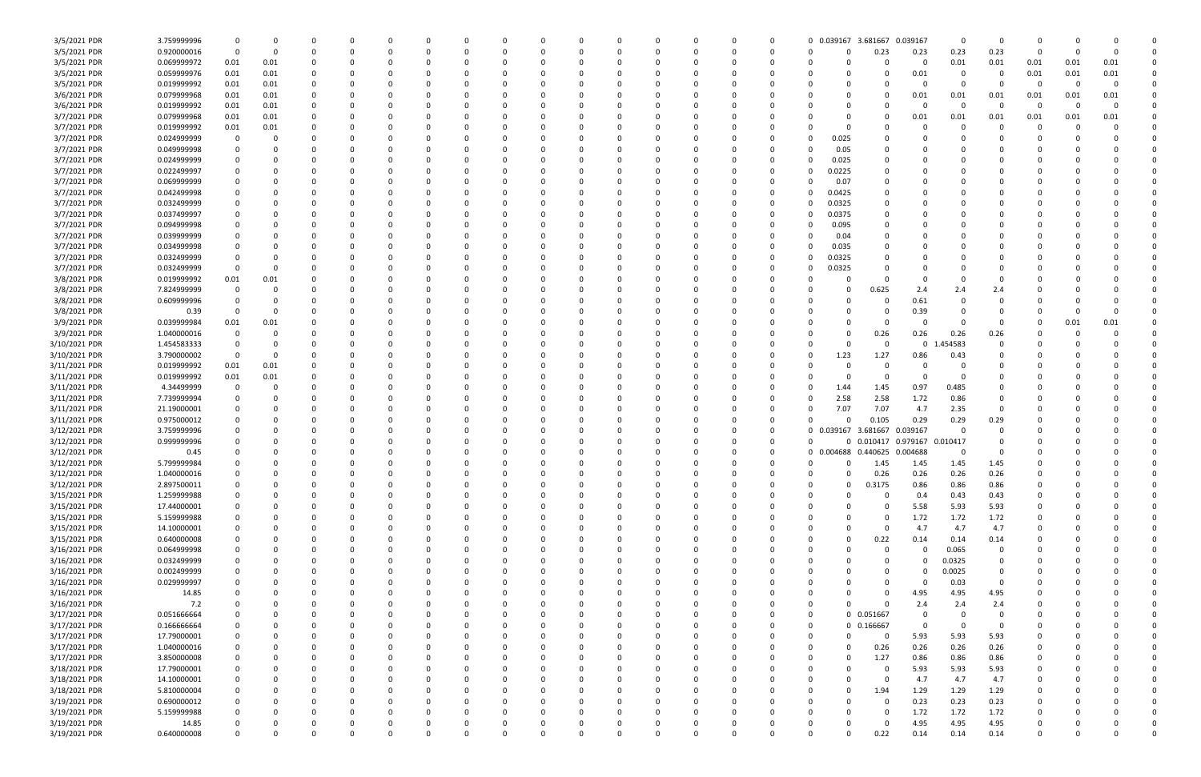| | | | | | | | | | | | | | | | | | | | | | | | | | | |
|---|---|---|---|---|---|---|---|---|---|---|---|---|---|---|---|---|---|---|---|---|---|---|---|---|---|---|
| 3/5/2021 PDR | 3.759999996 | 0 | 0 | 0 | 0 | 0 | 0 | 0 | 0 | 0 | 0 | 0 | 0 | 0 | 0 | 0 | 0 | 0.039167 | 3.681667 | 0.039167 | 0 | 0 | 0 | 0 | 0 | 0 |
| 3/5/2021 PDR | 0.920000016 | 0 | 0 | 0 | 0 | 0 | 0 | 0 | 0 | 0 | 0 | 0 | 0 | 0 | 0 | 0 | 0 | 0 | 0.23 | 0.23 | 0.23 | 0.23 | 0 | 0 | 0 | 0 |
| 3/5/2021 PDR | 0.069999972 | 0.01 | 0.01 | 0 | 0 | 0 | 0 | 0 | 0 | 0 | 0 | 0 | 0 | 0 | 0 | 0 | 0 | 0 | 0 | 0 | 0.01 | 0.01 | 0.01 | 0.01 | 0.01 | 0 |
| 3/5/2021 PDR | 0.059999976 | 0.01 | 0.01 | 0 | 0 | 0 | 0 | 0 | 0 | 0 | 0 | 0 | 0 | 0 | 0 | 0 | 0 | 0 | 0 | 0.01 | 0 | 0 | 0.01 | 0.01 | 0.01 | 0 |
| 3/5/2021 PDR | 0.019999992 | 0.01 | 0.01 | 0 | 0 | 0 | 0 | 0 | 0 | 0 | 0 | 0 | 0 | 0 | 0 | 0 | 0 | 0 | 0 | 0 | 0 | 0 | 0 | 0 | 0 | 0 |
| 3/6/2021 PDR | 0.079999968 | 0.01 | 0.01 | 0 | 0 | 0 | 0 | 0 | 0 | 0 | 0 | 0 | 0 | 0 | 0 | 0 | 0 | 0 | 0 | 0.01 | 0.01 | 0.01 | 0.01 | 0.01 | 0.01 | 0 |
| 3/6/2021 PDR | 0.019999992 | 0.01 | 0.01 | 0 | 0 | 0 | 0 | 0 | 0 | 0 | 0 | 0 | 0 | 0 | 0 | 0 | 0 | 0 | 0 | 0 | 0 | 0 | 0 | 0 | 0 | 0 |
| 3/7/2021 PDR | 0.079999968 | 0.01 | 0.01 | 0 | 0 | 0 | 0 | 0 | 0 | 0 | 0 | 0 | 0 | 0 | 0 | 0 | 0 | 0 | 0 | 0.01 | 0.01 | 0.01 | 0.01 | 0.01 | 0.01 | 0 |
| 3/7/2021 PDR | 0.019999992 | 0.01 | 0.01 | 0 | 0 | 0 | 0 | 0 | 0 | 0 | 0 | 0 | 0 | 0 | 0 | 0 | 0 | 0 | 0 | 0 | 0 | 0 | 0 | 0 | 0 | 0 |
| 3/7/2021 PDR | 0.024999999 | 0 | 0 | 0 | 0 | 0 | 0 | 0 | 0 | 0 | 0 | 0 | 0 | 0 | 0 | 0 | 0 | 0.025 | 0 | 0 | 0 | 0 | 0 | 0 | 0 | 0 |
| 3/7/2021 PDR | 0.049999998 | 0 | 0 | 0 | 0 | 0 | 0 | 0 | 0 | 0 | 0 | 0 | 0 | 0 | 0 | 0 | 0 | 0.05 | 0 | 0 | 0 | 0 | 0 | 0 | 0 | 0 |
| 3/7/2021 PDR | 0.024999999 | 0 | 0 | 0 | 0 | 0 | 0 | 0 | 0 | 0 | 0 | 0 | 0 | 0 | 0 | 0 | 0 | 0.025 | 0 | 0 | 0 | 0 | 0 | 0 | 0 | 0 |
| 3/7/2021 PDR | 0.022499997 | 0 | 0 | 0 | 0 | 0 | 0 | 0 | 0 | 0 | 0 | 0 | 0 | 0 | 0 | 0 | 0 | 0.0225 | 0 | 0 | 0 | 0 | 0 | 0 | 0 | 0 |
| 3/7/2021 PDR | 0.069999999 | 0 | 0 | 0 | 0 | 0 | 0 | 0 | 0 | 0 | 0 | 0 | 0 | 0 | 0 | 0 | 0 | 0.07 | 0 | 0 | 0 | 0 | 0 | 0 | 0 | 0 |
| 3/7/2021 PDR | 0.042499998 | 0 | 0 | 0 | 0 | 0 | 0 | 0 | 0 | 0 | 0 | 0 | 0 | 0 | 0 | 0 | 0 | 0.0425 | 0 | 0 | 0 | 0 | 0 | 0 | 0 | 0 |
| 3/7/2021 PDR | 0.032499999 | 0 | 0 | 0 | 0 | 0 | 0 | 0 | 0 | 0 | 0 | 0 | 0 | 0 | 0 | 0 | 0 | 0.0325 | 0 | 0 | 0 | 0 | 0 | 0 | 0 | 0 |
| 3/7/2021 PDR | 0.037499997 | 0 | 0 | 0 | 0 | 0 | 0 | 0 | 0 | 0 | 0 | 0 | 0 | 0 | 0 | 0 | 0 | 0.0375 | 0 | 0 | 0 | 0 | 0 | 0 | 0 | 0 |
| 3/7/2021 PDR | 0.094999998 | 0 | 0 | 0 | 0 | 0 | 0 | 0 | 0 | 0 | 0 | 0 | 0 | 0 | 0 | 0 | 0 | 0.095 | 0 | 0 | 0 | 0 | 0 | 0 | 0 | 0 |
| 3/7/2021 PDR | 0.039999999 | 0 | 0 | 0 | 0 | 0 | 0 | 0 | 0 | 0 | 0 | 0 | 0 | 0 | 0 | 0 | 0 | 0.04 | 0 | 0 | 0 | 0 | 0 | 0 | 0 | 0 |
| 3/7/2021 PDR | 0.034999998 | 0 | 0 | 0 | 0 | 0 | 0 | 0 | 0 | 0 | 0 | 0 | 0 | 0 | 0 | 0 | 0 | 0.035 | 0 | 0 | 0 | 0 | 0 | 0 | 0 | 0 |
| 3/7/2021 PDR | 0.032499999 | 0 | 0 | 0 | 0 | 0 | 0 | 0 | 0 | 0 | 0 | 0 | 0 | 0 | 0 | 0 | 0 | 0.0325 | 0 | 0 | 0 | 0 | 0 | 0 | 0 | 0 |
| 3/7/2021 PDR | 0.032499999 | 0 | 0 | 0 | 0 | 0 | 0 | 0 | 0 | 0 | 0 | 0 | 0 | 0 | 0 | 0 | 0 | 0.0325 | 0 | 0 | 0 | 0 | 0 | 0 | 0 | 0 |
| 3/8/2021 PDR | 0.019999992 | 0.01 | 0.01 | 0 | 0 | 0 | 0 | 0 | 0 | 0 | 0 | 0 | 0 | 0 | 0 | 0 | 0 | 0 | 0 | 0 | 0 | 0 | 0 | 0 | 0 | 0 |
| 3/8/2021 PDR | 7.824999999 | 0 | 0 | 0 | 0 | 0 | 0 | 0 | 0 | 0 | 0 | 0 | 0 | 0 | 0 | 0 | 0 | 0 | 0.625 | 2.4 | 2.4 | 2.4 | 0 | 0 | 0 | 0 |
| 3/8/2021 PDR | 0.609999996 | 0 | 0 | 0 | 0 | 0 | 0 | 0 | 0 | 0 | 0 | 0 | 0 | 0 | 0 | 0 | 0 | 0 | 0 | 0.61 | 0 | 0 | 0 | 0 | 0 | 0 |
| 3/8/2021 PDR | 0.39 | 0 | 0 | 0 | 0 | 0 | 0 | 0 | 0 | 0 | 0 | 0 | 0 | 0 | 0 | 0 | 0 | 0 | 0 | 0.39 | 0 | 0 | 0 | 0 | 0 | 0 |
| 3/9/2021 PDR | 0.039999984 | 0.01 | 0.01 | 0 | 0 | 0 | 0 | 0 | 0 | 0 | 0 | 0 | 0 | 0 | 0 | 0 | 0 | 0 | 0 | 0 | 0 | 0 | 0 | 0.01 | 0.01 | 0 |
| 3/9/2021 PDR | 1.040000016 | 0 | 0 | 0 | 0 | 0 | 0 | 0 | 0 | 0 | 0 | 0 | 0 | 0 | 0 | 0 | 0 | 0 | 0.26 | 0.26 | 0.26 | 0.26 | 0 | 0 | 0 | 0 |
| 3/10/2021 PDR | 1.454583333 | 0 | 0 | 0 | 0 | 0 | 0 | 0 | 0 | 0 | 0 | 0 | 0 | 0 | 0 | 0 | 0 | 0 | 0 | 0 | 1.454583 | 0 | 0 | 0 | 0 | 0 |
| 3/10/2021 PDR | 3.790000002 | 0 | 0 | 0 | 0 | 0 | 0 | 0 | 0 | 0 | 0 | 0 | 0 | 0 | 0 | 0 | 0 | 1.23 | 1.27 | 0.86 | 0.43 | 0 | 0 | 0 | 0 | 0 |
| 3/11/2021 PDR | 0.019999992 | 0.01 | 0.01 | 0 | 0 | 0 | 0 | 0 | 0 | 0 | 0 | 0 | 0 | 0 | 0 | 0 | 0 | 0 | 0 | 0 | 0 | 0 | 0 | 0 | 0 | 0 |
| 3/11/2021 PDR | 0.019999992 | 0.01 | 0.01 | 0 | 0 | 0 | 0 | 0 | 0 | 0 | 0 | 0 | 0 | 0 | 0 | 0 | 0 | 0 | 0 | 0 | 0 | 0 | 0 | 0 | 0 | 0 |
| 3/11/2021 PDR | 4.34499999 | 0 | 0 | 0 | 0 | 0 | 0 | 0 | 0 | 0 | 0 | 0 | 0 | 0 | 0 | 0 | 0 | 1.44 | 1.45 | 0.97 | 0.485 | 0 | 0 | 0 | 0 | 0 |
| 3/11/2021 PDR | 7.739999994 | 0 | 0 | 0 | 0 | 0 | 0 | 0 | 0 | 0 | 0 | 0 | 0 | 0 | 0 | 0 | 0 | 2.58 | 2.58 | 1.72 | 0.86 | 0 | 0 | 0 | 0 | 0 |
| 3/11/2021 PDR | 21.19000001 | 0 | 0 | 0 | 0 | 0 | 0 | 0 | 0 | 0 | 0 | 0 | 0 | 0 | 0 | 0 | 0 | 7.07 | 7.07 | 4.7 | 2.35 | 0 | 0 | 0 | 0 | 0 |
| 3/11/2021 PDR | 0.975000012 | 0 | 0 | 0 | 0 | 0 | 0 | 0 | 0 | 0 | 0 | 0 | 0 | 0 | 0 | 0 | 0 | 0 | 0.105 | 0.29 | 0.29 | 0.29 | 0 | 0 | 0 | 0 |
| 3/12/2021 PDR | 3.759999996 | 0 | 0 | 0 | 0 | 0 | 0 | 0 | 0 | 0 | 0 | 0 | 0 | 0 | 0 | 0 | 0 | 0.039167 | 3.681667 | 0.039167 | 0 | 0 | 0 | 0 | 0 | 0 |
| 3/12/2021 PDR | 0.999999996 | 0 | 0 | 0 | 0 | 0 | 0 | 0 | 0 | 0 | 0 | 0 | 0 | 0 | 0 | 0 | 0 | 0 | 0.010417 | 0.979167 | 0.010417 | 0 | 0 | 0 | 0 | 0 |
| 3/12/2021 PDR | 0.45 | 0 | 0 | 0 | 0 | 0 | 0 | 0 | 0 | 0 | 0 | 0 | 0 | 0 | 0 | 0 | 0 | 0.004688 | 0.440625 | 0.004688 | 0 | 0 | 0 | 0 | 0 | 0 |
| 3/12/2021 PDR | 5.799999984 | 0 | 0 | 0 | 0 | 0 | 0 | 0 | 0 | 0 | 0 | 0 | 0 | 0 | 0 | 0 | 0 | 0 | 1.45 | 1.45 | 1.45 | 1.45 | 0 | 0 | 0 | 0 |
| 3/12/2021 PDR | 1.040000016 | 0 | 0 | 0 | 0 | 0 | 0 | 0 | 0 | 0 | 0 | 0 | 0 | 0 | 0 | 0 | 0 | 0 | 0.26 | 0.26 | 0.26 | 0.26 | 0 | 0 | 0 | 0 |
| 3/12/2021 PDR | 2.897500011 | 0 | 0 | 0 | 0 | 0 | 0 | 0 | 0 | 0 | 0 | 0 | 0 | 0 | 0 | 0 | 0 | 0 | 0.3175 | 0.86 | 0.86 | 0.86 | 0 | 0 | 0 | 0 |
| 3/15/2021 PDR | 1.259999988 | 0 | 0 | 0 | 0 | 0 | 0 | 0 | 0 | 0 | 0 | 0 | 0 | 0 | 0 | 0 | 0 | 0 | 0 | 0.4 | 0.43 | 0.43 | 0 | 0 | 0 | 0 |
| 3/15/2021 PDR | 17.44000001 | 0 | 0 | 0 | 0 | 0 | 0 | 0 | 0 | 0 | 0 | 0 | 0 | 0 | 0 | 0 | 0 | 0 | 0 | 5.58 | 5.93 | 5.93 | 0 | 0 | 0 | 0 |
| 3/15/2021 PDR | 5.159999988 | 0 | 0 | 0 | 0 | 0 | 0 | 0 | 0 | 0 | 0 | 0 | 0 | 0 | 0 | 0 | 0 | 0 | 0 | 1.72 | 1.72 | 1.72 | 0 | 0 | 0 | 0 |
| 3/15/2021 PDR | 14.10000001 | 0 | 0 | 0 | 0 | 0 | 0 | 0 | 0 | 0 | 0 | 0 | 0 | 0 | 0 | 0 | 0 | 0 | 0 | 4.7 | 4.7 | 4.7 | 0 | 0 | 0 | 0 |
| 3/15/2021 PDR | 0.640000008 | 0 | 0 | 0 | 0 | 0 | 0 | 0 | 0 | 0 | 0 | 0 | 0 | 0 | 0 | 0 | 0 | 0 | 0.22 | 0.14 | 0.14 | 0.14 | 0 | 0 | 0 | 0 |
| 3/16/2021 PDR | 0.064999998 | 0 | 0 | 0 | 0 | 0 | 0 | 0 | 0 | 0 | 0 | 0 | 0 | 0 | 0 | 0 | 0 | 0 | 0 | 0 | 0.065 | 0 | 0 | 0 | 0 | 0 |
| 3/16/2021 PDR | 0.032499999 | 0 | 0 | 0 | 0 | 0 | 0 | 0 | 0 | 0 | 0 | 0 | 0 | 0 | 0 | 0 | 0 | 0 | 0 | 0 | 0.0325 | 0 | 0 | 0 | 0 | 0 |
| 3/16/2021 PDR | 0.002499999 | 0 | 0 | 0 | 0 | 0 | 0 | 0 | 0 | 0 | 0 | 0 | 0 | 0 | 0 | 0 | 0 | 0 | 0 | 0 | 0.0025 | 0 | 0 | 0 | 0 | 0 |
| 3/16/2021 PDR | 0.029999997 | 0 | 0 | 0 | 0 | 0 | 0 | 0 | 0 | 0 | 0 | 0 | 0 | 0 | 0 | 0 | 0 | 0 | 0 | 0 | 0.03 | 0 | 0 | 0 | 0 | 0 |
| 3/16/2021 PDR | 14.85 | 0 | 0 | 0 | 0 | 0 | 0 | 0 | 0 | 0 | 0 | 0 | 0 | 0 | 0 | 0 | 0 | 0 | 0 | 4.95 | 4.95 | 4.95 | 0 | 0 | 0 | 0 |
| 3/16/2021 PDR | 7.2 | 0 | 0 | 0 | 0 | 0 | 0 | 0 | 0 | 0 | 0 | 0 | 0 | 0 | 0 | 0 | 0 | 0 | 0 | 2.4 | 2.4 | 2.4 | 0 | 0 | 0 | 0 |
| 3/17/2021 PDR | 0.051666664 | 0 | 0 | 0 | 0 | 0 | 0 | 0 | 0 | 0 | 0 | 0 | 0 | 0 | 0 | 0 | 0 | 0 | 0.051667 | 0 | 0 | 0 | 0 | 0 | 0 | 0 |
| 3/17/2021 PDR | 0.166666664 | 0 | 0 | 0 | 0 | 0 | 0 | 0 | 0 | 0 | 0 | 0 | 0 | 0 | 0 | 0 | 0 | 0 | 0.166667 | 0 | 0 | 0 | 0 | 0 | 0 | 0 |
| 3/17/2021 PDR | 17.79000001 | 0 | 0 | 0 | 0 | 0 | 0 | 0 | 0 | 0 | 0 | 0 | 0 | 0 | 0 | 0 | 0 | 0 | 0 | 5.93 | 5.93 | 5.93 | 0 | 0 | 0 | 0 |
| 3/17/2021 PDR | 1.040000016 | 0 | 0 | 0 | 0 | 0 | 0 | 0 | 0 | 0 | 0 | 0 | 0 | 0 | 0 | 0 | 0 | 0 | 0.26 | 0.26 | 0.26 | 0.26 | 0 | 0 | 0 | 0 |
| 3/17/2021 PDR | 3.850000008 | 0 | 0 | 0 | 0 | 0 | 0 | 0 | 0 | 0 | 0 | 0 | 0 | 0 | 0 | 0 | 0 | 0 | 1.27 | 0.86 | 0.86 | 0.86 | 0 | 0 | 0 | 0 |
| 3/18/2021 PDR | 17.79000001 | 0 | 0 | 0 | 0 | 0 | 0 | 0 | 0 | 0 | 0 | 0 | 0 | 0 | 0 | 0 | 0 | 0 | 0 | 5.93 | 5.93 | 5.93 | 0 | 0 | 0 | 0 |
| 3/18/2021 PDR | 14.10000001 | 0 | 0 | 0 | 0 | 0 | 0 | 0 | 0 | 0 | 0 | 0 | 0 | 0 | 0 | 0 | 0 | 0 | 0 | 4.7 | 4.7 | 4.7 | 0 | 0 | 0 | 0 |
| 3/18/2021 PDR | 5.810000004 | 0 | 0 | 0 | 0 | 0 | 0 | 0 | 0 | 0 | 0 | 0 | 0 | 0 | 0 | 0 | 0 | 0 | 1.94 | 1.29 | 1.29 | 1.29 | 0 | 0 | 0 | 0 |
| 3/19/2021 PDR | 0.690000012 | 0 | 0 | 0 | 0 | 0 | 0 | 0 | 0 | 0 | 0 | 0 | 0 | 0 | 0 | 0 | 0 | 0 | 0 | 0.23 | 0.23 | 0.23 | 0 | 0 | 0 | 0 |
| 3/19/2021 PDR | 5.159999988 | 0 | 0 | 0 | 0 | 0 | 0 | 0 | 0 | 0 | 0 | 0 | 0 | 0 | 0 | 0 | 0 | 0 | 0 | 1.72 | 1.72 | 1.72 | 0 | 0 | 0 | 0 |
| 3/19/2021 PDR | 14.85 | 0 | 0 | 0 | 0 | 0 | 0 | 0 | 0 | 0 | 0 | 0 | 0 | 0 | 0 | 0 | 0 | 0 | 0 | 4.95 | 4.95 | 4.95 | 0 | 0 | 0 | 0 |
| 3/19/2021 PDR | 0.640000008 | 0 | 0 | 0 | 0 | 0 | 0 | 0 | 0 | 0 | 0 | 0 | 0 | 0 | 0 | 0 | 0 | 0 | 0.22 | 0.14 | 0.14 | 0.14 | 0 | 0 | 0 | 0 |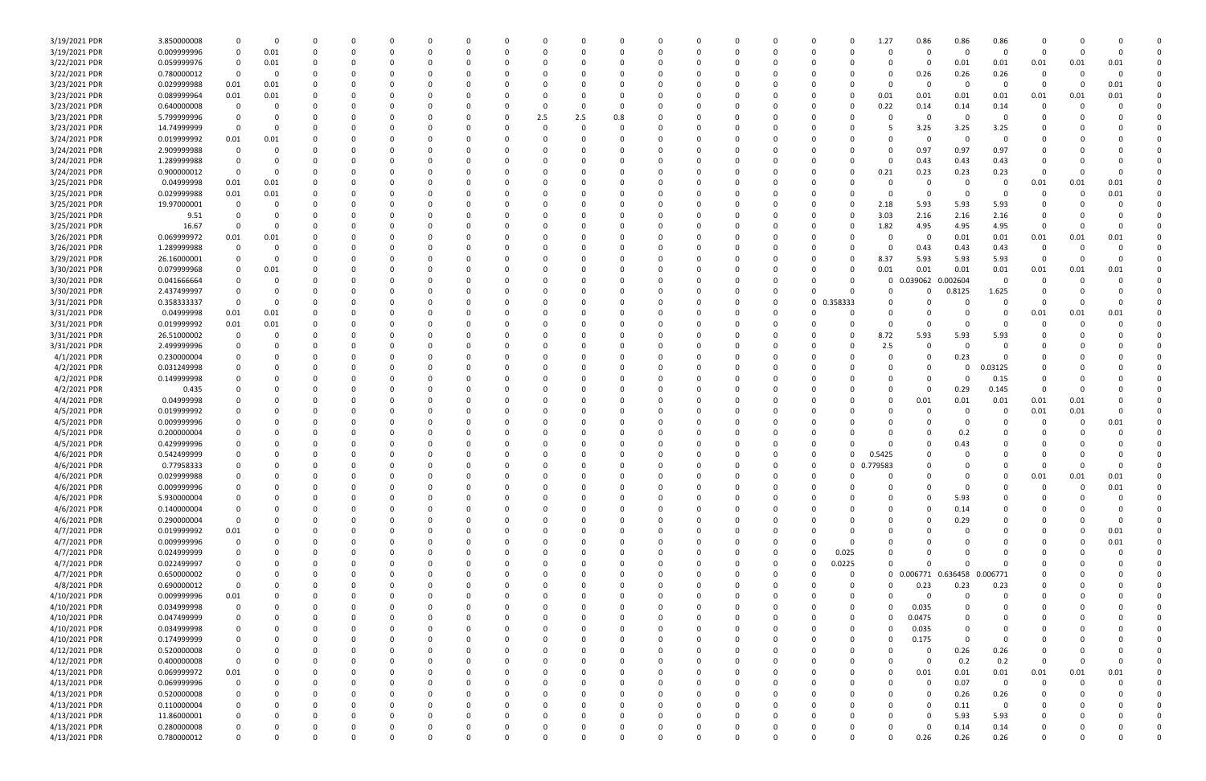| | | | | | | | | | | | | | | | | | | | | | | | | | | | | | | |
|---|---|---|---|---|---|---|---|---|---|---|---|---|---|---|---|---|---|---|---|---|---|---|---|---|---|---|---|---|---|---|
| 3/19/2021 | PDR | 3.850000008 | 0 | 0 | 0 | 0 | 0 | 0 | 0 | 0 | 0 | 0 | 0 | 0 | 0 | 0 | 0 | 0 | 0 | 0 | 0 | | 1.27 | 0.86 | 0.86 | 0.86 | 0 | 0 | 0 | 0 |
| 3/19/2021 | PDR | 0.009999996 | 0 | 0.01 | 0 | 0 | 0 | 0 | 0 | 0 | 0 | 0 | 0 | 0 | 0 | 0 | 0 | 0 | 0 | 0 | 0 | | 0 | 0 | 0 | 0 | 0 | 0 | 0 | 0 |
| 3/22/2021 | PDR | 0.059999976 | 0 | 0.01 | 0 | 0 | 0 | 0 | 0 | 0 | 0 | 0 | 0 | 0 | 0 | 0 | 0 | 0 | 0 | 0 | 0 | | 0 | 0 | 0.01 | 0.01 | 0.01 | 0.01 | 0.01 | 0 |
| 3/22/2021 | PDR | 0.780000012 | 0 | 0 | 0 | 0 | 0 | 0 | 0 | 0 | 0 | 0 | 0 | 0 | 0 | 0 | 0 | 0 | 0 | 0 | 0 | | 0 | 0.26 | 0.26 | 0.26 | 0 | 0 | 0 | 0 |
| 3/23/2021 | PDR | 0.029999988 | 0.01 | 0.01 | 0 | 0 | 0 | 0 | 0 | 0 | 0 | 0 | 0 | 0 | 0 | 0 | 0 | 0 | 0 | 0 | 0 | | 0 | 0 | 0 | 0 | 0 | 0 | 0.01 | 0 |
| 3/23/2021 | PDR | 0.089999964 | 0.01 | 0.01 | 0 | 0 | 0 | 0 | 0 | 0 | 0 | 0 | 0 | 0 | 0 | 0 | 0 | 0 | 0 | 0 | 0 | | 0.01 | 0.01 | 0.01 | 0.01 | 0.01 | 0.01 | 0.01 | 0 |
| 3/23/2021 | PDR | 0.640000008 | 0 | 0 | 0 | 0 | 0 | 0 | 0 | 0 | 0 | 0 | 0 | 0 | 0 | 0 | 0 | 0 | 0 | 0 | 0 | | 0.22 | 0.14 | 0.14 | 0.14 | 0 | 0 | 0 | 0 |
| 3/23/2021 | PDR | 5.799999996 | 0 | 0 | 0 | 0 | 0 | 0 | 0 | 0 | 2.5 | 2.5 | 0.8 | 0 | 0 | 0 | 0 | 0 | 0 | 0 | 0 | | 0 | 0 | 0 | 0 | 0 | 0 | 0 | 0 |
| 3/23/2021 | PDR | 14.74999999 | 0 | 0 | 0 | 0 | 0 | 0 | 0 | 0 | 0 | 0 | 0 | 0 | 0 | 0 | 0 | 0 | 0 | 0 | 0 | | 5 | 3.25 | 3.25 | 3.25 | 0 | 0 | 0 | 0 |
| 3/24/2021 | PDR | 0.019999992 | 0.01 | 0.01 | 0 | 0 | 0 | 0 | 0 | 0 | 0 | 0 | 0 | 0 | 0 | 0 | 0 | 0 | 0 | 0 | 0 | | 0 | 0 | 0 | 0 | 0 | 0 | 0 | 0 |
| 3/24/2021 | PDR | 2.909999988 | 0 | 0 | 0 | 0 | 0 | 0 | 0 | 0 | 0 | 0 | 0 | 0 | 0 | 0 | 0 | 0 | 0 | 0 | 0 | | 0 | 0.97 | 0.97 | 0.97 | 0 | 0 | 0 | 0 |
| 3/24/2021 | PDR | 1.289999988 | 0 | 0 | 0 | 0 | 0 | 0 | 0 | 0 | 0 | 0 | 0 | 0 | 0 | 0 | 0 | 0 | 0 | 0 | 0 | | 0 | 0.43 | 0.43 | 0.43 | 0 | 0 | 0 | 0 |
| 3/24/2021 | PDR | 0.900000012 | 0 | 0 | 0 | 0 | 0 | 0 | 0 | 0 | 0 | 0 | 0 | 0 | 0 | 0 | 0 | 0 | 0 | 0 | 0 | | 0.21 | 0.23 | 0.23 | 0.23 | 0 | 0 | 0 | 0 |
| 3/25/2021 | PDR | 0.04999998 | 0.01 | 0.01 | 0 | 0 | 0 | 0 | 0 | 0 | 0 | 0 | 0 | 0 | 0 | 0 | 0 | 0 | 0 | 0 | 0 | | 0 | 0 | 0 | 0 | 0.01 | 0.01 | 0.01 | 0 |
| 3/25/2021 | PDR | 0.029999988 | 0.01 | 0.01 | 0 | 0 | 0 | 0 | 0 | 0 | 0 | 0 | 0 | 0 | 0 | 0 | 0 | 0 | 0 | 0 | 0 | | 0 | 0 | 0 | 0 | 0 | 0 | 0.01 | 0 |
| 3/25/2021 | PDR | 19.97000001 | 0 | 0 | 0 | 0 | 0 | 0 | 0 | 0 | 0 | 0 | 0 | 0 | 0 | 0 | 0 | 0 | 0 | 0 | 0 | | 2.18 | 5.93 | 5.93 | 5.93 | 0 | 0 | 0 | 0 |
| 3/25/2021 | PDR | 9.51 | 0 | 0 | 0 | 0 | 0 | 0 | 0 | 0 | 0 | 0 | 0 | 0 | 0 | 0 | 0 | 0 | 0 | 0 | 0 | | 3.03 | 2.16 | 2.16 | 2.16 | 0 | 0 | 0 | 0 |
| 3/25/2021 | PDR | 16.67 | 0 | 0 | 0 | 0 | 0 | 0 | 0 | 0 | 0 | 0 | 0 | 0 | 0 | 0 | 0 | 0 | 0 | 0 | 0 | | 1.82 | 4.95 | 4.95 | 4.95 | 0 | 0 | 0 | 0 |
| 3/26/2021 | PDR | 0.069999972 | 0.01 | 0.01 | 0 | 0 | 0 | 0 | 0 | 0 | 0 | 0 | 0 | 0 | 0 | 0 | 0 | 0 | 0 | 0 | 0 | | 0 | 0 | 0.01 | 0.01 | 0.01 | 0.01 | 0.01 | 0 |
| 3/26/2021 | PDR | 1.289999988 | 0 | 0 | 0 | 0 | 0 | 0 | 0 | 0 | 0 | 0 | 0 | 0 | 0 | 0 | 0 | 0 | 0 | 0 | 0 | | 0 | 0.43 | 0.43 | 0.43 | 0 | 0 | 0 | 0 |
| 3/29/2021 | PDR | 26.16000001 | 0 | 0 | 0 | 0 | 0 | 0 | 0 | 0 | 0 | 0 | 0 | 0 | 0 | 0 | 0 | 0 | 0 | 0 | 0 | | 8.37 | 5.93 | 5.93 | 5.93 | 0 | 0 | 0 | 0 |
| 3/30/2021 | PDR | 0.079999968 | 0 | 0.01 | 0 | 0 | 0 | 0 | 0 | 0 | 0 | 0 | 0 | 0 | 0 | 0 | 0 | 0 | 0 | 0 | 0 | | 0.01 | 0.01 | 0.01 | 0.01 | 0.01 | 0.01 | 0.01 | 0 |
| 3/30/2021 | PDR | 0.041666664 | 0 | 0 | 0 | 0 | 0 | 0 | 0 | 0 | 0 | 0 | 0 | 0 | 0 | 0 | 0 | 0 | 0 | 0 | 0 | | 0 | 0.039062 | 0.002604 | 0 | 0 | 0 | 0 | 0 |
| 3/30/2021 | PDR | 2.437499997 | 0 | 0 | 0 | 0 | 0 | 0 | 0 | 0 | 0 | 0 | 0 | 0 | 0 | 0 | 0 | 0 | 0 | 0 | 0 | | 0 | 0 | 0.8125 | 1.625 | 0 | 0 | 0 | 0 |
| 3/31/2021 | PDR | 0.358333337 | 0 | 0 | 0 | 0 | 0 | 0 | 0 | 0 | 0 | 0 | 0 | 0 | 0 | 0 | 0 | 0 | 0 | 0 | 0 | 0.358333 | 0 | 0 | 0 | 0 | 0 | 0 | 0 | 0 |
| 3/31/2021 | PDR | 0.04999998 | 0.01 | 0.01 | 0 | 0 | 0 | 0 | 0 | 0 | 0 | 0 | 0 | 0 | 0 | 0 | 0 | 0 | 0 | 0 | 0 | | 0 | 0 | 0 | 0 | 0.01 | 0.01 | 0.01 | 0 |
| 3/31/2021 | PDR | 0.019999992 | 0.01 | 0.01 | 0 | 0 | 0 | 0 | 0 | 0 | 0 | 0 | 0 | 0 | 0 | 0 | 0 | 0 | 0 | 0 | 0 | | 0 | 0 | 0 | 0 | 0 | 0 | 0 | 0 |
| 3/31/2021 | PDR | 26.51000002 | 0 | 0 | 0 | 0 | 0 | 0 | 0 | 0 | 0 | 0 | 0 | 0 | 0 | 0 | 0 | 0 | 0 | 0 | 0 | | 8.72 | 5.93 | 5.93 | 5.93 | 0 | 0 | 0 | 0 |
| 3/31/2021 | PDR | 2.499999996 | 0 | 0 | 0 | 0 | 0 | 0 | 0 | 0 | 0 | 0 | 0 | 0 | 0 | 0 | 0 | 0 | 0 | 0 | 0 | | 2.5 | 0 | 0 | 0 | 0 | 0 | 0 | 0 |
| 4/1/2021 | PDR | 0.230000004 | 0 | | 0 | 0 | 0 | 0 | 0 | 0 | 0 | 0 | 0 | 0 | 0 | 0 | 0 | 0 | 0 | 0 | 0 | | 0 | 0 | 0.23 | 0 | 0 | 0 | 0 | 0 |
| 4/2/2021 | PDR | 0.031249998 | 0 | | 0 | 0 | 0 | 0 | 0 | 0 | 0 | 0 | 0 | 0 | 0 | 0 | 0 | 0 | 0 | 0 | 0 | | 0 | 0 | 0 | 0.03125 | 0 | 0 | 0 | 0 |
| 4/2/2021 | PDR | 0.149999998 | 0 | | 0 | 0 | 0 | 0 | 0 | 0 | 0 | 0 | 0 | 0 | 0 | 0 | 0 | 0 | 0 | 0 | 0 | | 0 | 0 | 0 | 0.15 | 0 | 0 | 0 | 0 |
| 4/2/2021 | PDR | 0.435 | 0 | | 0 | 0 | 0 | 0 | 0 | 0 | 0 | 0 | 0 | 0 | 0 | 0 | 0 | 0 | 0 | 0 | 0 | | 0 | 0 | 0.29 | 0.145 | 0 | 0 | 0 | 0 |
| 4/4/2021 | PDR | 0.04999998 | 0 | | 0 | 0 | 0 | 0 | 0 | 0 | 0 | 0 | 0 | 0 | 0 | 0 | 0 | 0 | 0 | 0 | 0 | | 0 | 0.01 | 0.01 | 0.01 | 0.01 | 0.01 | 0 | 0 |
| 4/5/2021 | PDR | 0.019999992 | 0 | | 0 | 0 | 0 | 0 | 0 | 0 | 0 | 0 | 0 | 0 | 0 | 0 | 0 | 0 | 0 | 0 | 0 | | 0 | 0 | 0 | 0 | 0.01 | 0.01 | 0 | 0 |
| 4/5/2021 | PDR | 0.009999996 | 0 | | 0 | 0 | 0 | 0 | 0 | 0 | 0 | 0 | 0 | 0 | 0 | 0 | 0 | 0 | 0 | 0 | 0 | | 0 | 0 | 0 | 0 | 0 | 0 | 0.01 | 0 |
| 4/5/2021 | PDR | 0.200000004 | 0 | | 0 | 0 | 0 | 0 | 0 | 0 | 0 | 0 | 0 | 0 | 0 | 0 | 0 | 0 | 0 | 0 | 0 | | 0 | 0 | 0.2 | 0 | 0 | 0 | 0 | 0 |
| 4/5/2021 | PDR | 0.429999996 | 0 | | 0 | 0 | 0 | 0 | 0 | 0 | 0 | 0 | 0 | 0 | 0 | 0 | 0 | 0 | 0 | 0 | 0 | | 0 | 0 | 0.43 | 0 | 0 | 0 | 0 | 0 |
| 4/6/2021 | PDR | 0.542499999 | 0 | | 0 | 0 | 0 | 0 | 0 | 0 | 0 | 0 | 0 | 0 | 0 | 0 | 0 | 0 | 0 | 0 | 0 | 0.5425 | 0 | 0 | 0 | 0 | 0 | 0 | 0 | 0 |
| 4/6/2021 | PDR | 0.77958333 | 0 | | 0 | 0 | 0 | 0 | 0 | 0 | 0 | 0 | 0 | 0 | 0 | 0 | 0 | 0 | 0 | 0 | 0 | 0.779583 | 0 | 0 | 0 | 0 | 0 | 0 | 0 | 0 |
| 4/6/2021 | PDR | 0.029999988 | 0 | | 0 | 0 | 0 | 0 | 0 | 0 | 0 | 0 | 0 | 0 | 0 | 0 | 0 | 0 | 0 | 0 | 0 | | 0 | 0 | 0 | 0 | 0.01 | 0.01 | 0.01 | 0 |
| 4/6/2021 | PDR | 0.009999996 | 0 | | 0 | 0 | 0 | 0 | 0 | 0 | 0 | 0 | 0 | 0 | 0 | 0 | 0 | 0 | 0 | 0 | 0 | | 0 | 0 | 0 | 0 | 0 | 0 | 0.01 | 0 |
| 4/6/2021 | PDR | 5.930000004 | 0 | | 0 | 0 | 0 | 0 | 0 | 0 | 0 | 0 | 0 | 0 | 0 | 0 | 0 | 0 | 0 | 0 | 0 | | 0 | 0 | 5.93 | 0 | 0 | 0 | 0 | 0 |
| 4/6/2021 | PDR | 0.140000004 | 0 | | 0 | 0 | 0 | 0 | 0 | 0 | 0 | 0 | 0 | 0 | 0 | 0 | 0 | 0 | 0 | 0 | 0 | | 0 | 0 | 0.14 | 0 | 0 | 0 | 0 | 0 |
| 4/6/2021 | PDR | 0.290000004 | 0 | | 0 | 0 | 0 | 0 | 0 | 0 | 0 | 0 | 0 | 0 | 0 | 0 | 0 | 0 | 0 | 0 | 0 | | 0 | 0 | 0.29 | 0 | 0 | 0 | 0 | 0 |
| 4/7/2021 | PDR | 0.019999992 | 0.01 | | 0 | 0 | 0 | 0 | 0 | 0 | 0 | 0 | 0 | 0 | 0 | 0 | 0 | 0 | 0 | 0 | 0 | | 0 | 0 | 0 | 0 | 0 | 0 | 0.01 | 0 |
| 4/7/2021 | PDR | 0.009999996 | 0 | | 0 | 0 | 0 | 0 | 0 | 0 | 0 | 0 | 0 | 0 | 0 | 0 | 0 | 0 | 0 | 0 | 0 | | 0 | 0 | 0 | 0 | 0 | 0 | 0.01 | 0 |
| 4/7/2021 | PDR | 0.024999999 | 0 | | 0 | 0 | 0 | 0 | 0 | 0 | 0 | 0 | 0 | 0 | 0 | 0 | 0 | 0 | 0 | 0 | 0 | 0.025 | 0 | 0 | 0 | 0 | 0 | 0 | 0 | 0 |
| 4/7/2021 | PDR | 0.022499997 | 0 | | 0 | 0 | 0 | 0 | 0 | 0 | 0 | 0 | 0 | 0 | 0 | 0 | 0 | 0 | 0 | 0 | 0 | 0.0225 | 0 | 0 | 0 | 0 | 0 | 0 | 0 | 0 |
| 4/7/2021 | PDR | 0.650000002 | 0 | | 0 | 0 | 0 | 0 | 0 | 0 | 0 | 0 | 0 | 0 | 0 | 0 | 0 | 0 | 0 | 0 | 0 | | 0 | 0.006771 | 0.636458 | 0.006771 | 0 | 0 | 0 | 0 |
| 4/8/2021 | PDR | 0.690000012 | 0 | | 0 | 0 | 0 | 0 | 0 | 0 | 0 | 0 | 0 | 0 | 0 | 0 | 0 | 0 | 0 | 0 | 0 | | 0 | 0.23 | 0.23 | 0.23 | 0 | 0 | 0 | 0 |
| 4/10/2021 | PDR | 0.009999996 | 0.01 | | 0 | 0 | 0 | 0 | 0 | 0 | 0 | 0 | 0 | 0 | 0 | 0 | 0 | 0 | 0 | 0 | 0 | | 0 | 0 | 0 | 0 | 0 | 0 | 0 | 0 |
| 4/10/2021 | PDR | 0.034999998 | 0 | | 0 | 0 | 0 | 0 | 0 | 0 | 0 | 0 | 0 | 0 | 0 | 0 | 0 | 0 | 0 | 0 | 0 | | 0 | 0.035 | 0 | 0 | 0 | 0 | 0 | 0 |
| 4/10/2021 | PDR | 0.047499999 | 0 | | 0 | 0 | 0 | 0 | 0 | 0 | 0 | 0 | 0 | 0 | 0 | 0 | 0 | 0 | 0 | 0 | 0 | | 0 | 0.0475 | 0 | 0 | 0 | 0 | 0 | 0 |
| 4/10/2021 | PDR | 0.034999998 | 0 | | 0 | 0 | 0 | 0 | 0 | 0 | 0 | 0 | 0 | 0 | 0 | 0 | 0 | 0 | 0 | 0 | 0 | | 0 | 0.035 | 0 | 0 | 0 | 0 | 0 | 0 |
| 4/10/2021 | PDR | 0.174999999 | 0 | | 0 | 0 | 0 | 0 | 0 | 0 | 0 | 0 | 0 | 0 | 0 | 0 | 0 | 0 | 0 | 0 | 0 | | 0 | 0.175 | 0 | 0 | 0 | 0 | 0 | 0 |
| 4/12/2021 | PDR | 0.520000008 | 0 | | 0 | 0 | 0 | 0 | 0 | 0 | 0 | 0 | 0 | 0 | 0 | 0 | 0 | 0 | 0 | 0 | 0 | | 0 | 0 | 0.26 | 0.26 | 0 | 0 | 0 | 0 |
| 4/12/2021 | PDR | 0.400000008 | 0 | | 0 | 0 | 0 | 0 | 0 | 0 | 0 | 0 | 0 | 0 | 0 | 0 | 0 | 0 | 0 | 0 | 0 | | 0 | 0 | 0.2 | 0.2 | 0 | 0 | 0 | 0 |
| 4/13/2021 | PDR | 0.069999972 | 0.01 | | 0 | 0 | 0 | 0 | 0 | 0 | 0 | 0 | 0 | 0 | 0 | 0 | 0 | 0 | 0 | 0 | 0 | | 0 | 0.01 | 0.01 | 0.01 | 0.01 | 0.01 | 0.01 | 0 |
| 4/13/2021 | PDR | 0.069999996 | 0 | | 0 | 0 | 0 | 0 | 0 | 0 | 0 | 0 | 0 | 0 | 0 | 0 | 0 | 0 | 0 | 0 | 0 | | 0 | 0 | 0.07 | 0 | 0 | 0 | 0 | 0 |
| 4/13/2021 | PDR | 0.520000008 | 0 | | 0 | 0 | 0 | 0 | 0 | 0 | 0 | 0 | 0 | 0 | 0 | 0 | 0 | 0 | 0 | 0 | 0 | | 0 | 0 | 0.26 | 0.26 | 0 | 0 | 0 | 0 |
| 4/13/2021 | PDR | 0.110000004 | 0 | | 0 | 0 | 0 | 0 | 0 | 0 | 0 | 0 | 0 | 0 | 0 | 0 | 0 | 0 | 0 | 0 | 0 | | 0 | 0 | 0.11 | 0 | 0 | 0 | 0 | 0 |
| 4/13/2021 | PDR | 11.86000001 | 0 | | 0 | 0 | 0 | 0 | 0 | 0 | 0 | 0 | 0 | 0 | 0 | 0 | 0 | 0 | 0 | 0 | 0 | | 0 | 0 | 5.93 | 5.93 | 0 | 0 | 0 | 0 |
| 4/13/2021 | PDR | 0.280000008 | 0 | | 0 | 0 | 0 | 0 | 0 | 0 | 0 | 0 | 0 | 0 | 0 | 0 | 0 | 0 | 0 | 0 | 0 | | 0 | 0 | 0.14 | 0.14 | 0 | 0 | 0 | 0 |
| 4/13/2021 | PDR | 0.780000012 | 0 | | 0 | 0 | 0 | 0 | 0 | 0 | 0 | 0 | 0 | 0 | 0 | 0 | 0 | 0 | 0 | 0 | 0 | | 0 | 0.26 | 0.26 | 0.26 | 0 | 0 | 0 | 0 |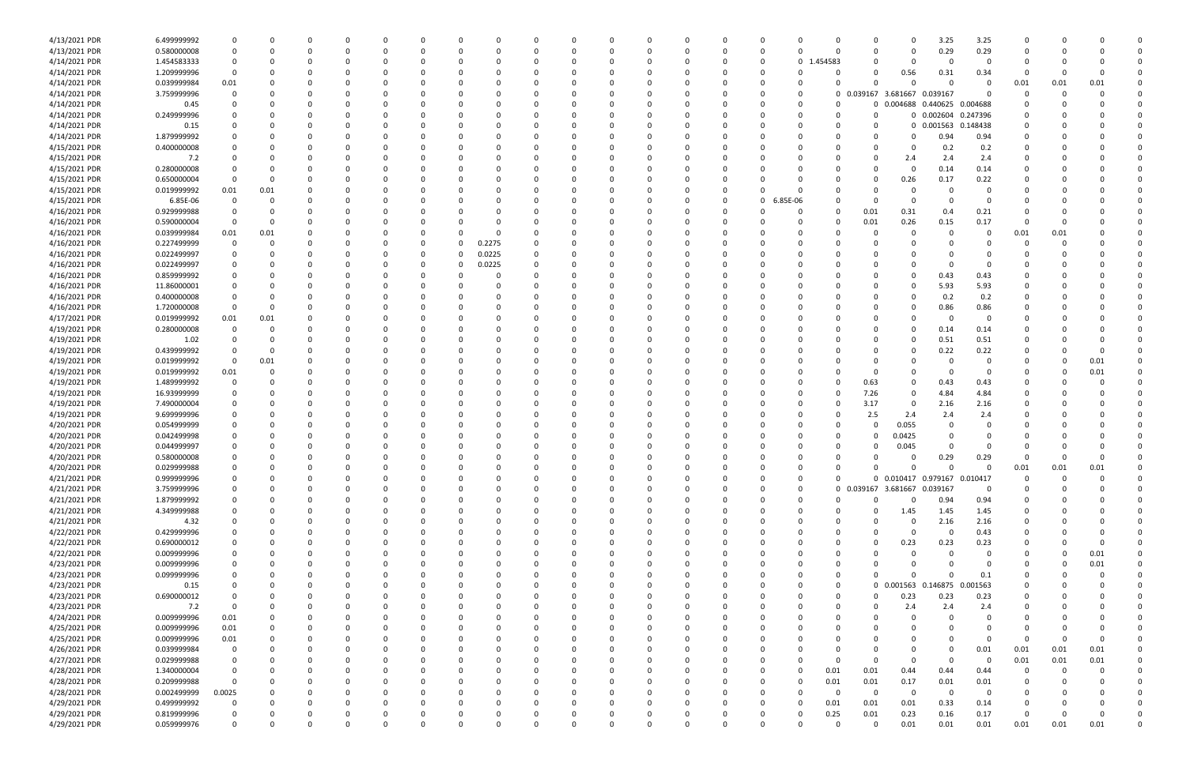| | | | | | | | | | | | | | | | | | | | | | | | | | | | | | |
|---|---|---|---|---|---|---|---|---|---|---|---|---|---|---|---|---|---|---|---|---|---|---|---|---|---|---|---|---|---|
| 4/13/2021 PDR | 6.499999992 | 0 | 0 | 0 | 0 | 0 | 0 | 0 | 0 | 0 | 0 | 0 | 0 | 0 | 0 | 0 | 0 | 0 | 0 | 0 | 0 | 0 | 0 | 3.25 | 3.25 | 0 | 0 | 0 | 0 |
| 4/13/2021 PDR | 0.580000008 | 0 | 0 | 0 | 0 | 0 | 0 | 0 | 0 | 0 | 0 | 0 | 0 | 0 | 0 | 0 | 0 | 0 | 0 | 0 | 0 | 0 | 0 | 0.29 | 0.29 | 0 | 0 | 0 | 0 |
| 4/14/2021 PDR | 1.454583333 | 0 | 0 | 0 | 0 | 0 | 0 | 0 | 0 | 0 | 0 | 0 | 0 | 0 | 0 | 0 | 0 | 0 | 0 | 0 | 1.454583 | 0 | 0 | 0 | 0 | 0 | 0 | 0 | 0 |
| 4/14/2021 PDR | 1.209999996 | 0 | 0 | 0 | 0 | 0 | 0 | 0 | 0 | 0 | 0 | 0 | 0 | 0 | 0 | 0 | 0 | 0 | 0 | 0 | 0 | 0 | 0.56 | 0.31 | 0.34 | 0 | 0 | 0 | 0 |
| 4/14/2021 PDR | 0.039999984 | 0.01 | 0 | 0 | 0 | 0 | 0 | 0 | 0 | 0 | 0 | 0 | 0 | 0 | 0 | 0 | 0 | 0 | 0 | 0 | 0 | 0 | 0 | 0 | 0 | 0.01 | 0.01 | 0.01 | 0 |
| 4/14/2021 PDR | 3.759999996 | 0 | 0 | 0 | 0 | 0 | 0 | 0 | 0 | 0 | 0 | 0 | 0 | 0 | 0 | 0 | 0 | 0 | 0 | 0 | 0 | 0.039167 | 3.681667 | 0.039167 | 0 | 0 | 0 | 0 | 0 |
| 4/14/2021 PDR | 0.45 | 0 | 0 | 0 | 0 | 0 | 0 | 0 | 0 | 0 | 0 | 0 | 0 | 0 | 0 | 0 | 0 | 0 | 0 | 0 | 0 | 0 | 0.004688 | 0.440625 | 0.004688 | 0 | 0 | 0 | 0 |
| 4/14/2021 PDR | 0.249999996 | 0 | 0 | 0 | 0 | 0 | 0 | 0 | 0 | 0 | 0 | 0 | 0 | 0 | 0 | 0 | 0 | 0 | 0 | 0 | 0 | 0 | 0 | 0.002604 | 0.247396 | 0 | 0 | 0 | 0 |
| 4/14/2021 PDR | 0.15 | 0 | 0 | 0 | 0 | 0 | 0 | 0 | 0 | 0 | 0 | 0 | 0 | 0 | 0 | 0 | 0 | 0 | 0 | 0 | 0 | 0 | 0 | 0.001563 | 0.148438 | 0 | 0 | 0 | 0 |
| 4/14/2021 PDR | 1.879999992 | 0 | 0 | 0 | 0 | 0 | 0 | 0 | 0 | 0 | 0 | 0 | 0 | 0 | 0 | 0 | 0 | 0 | 0 | 0 | 0 | 0 | 0 | 0.94 | 0.94 | 0 | 0 | 0 | 0 |
| 4/15/2021 PDR | 0.400000008 | 0 | 0 | 0 | 0 | 0 | 0 | 0 | 0 | 0 | 0 | 0 | 0 | 0 | 0 | 0 | 0 | 0 | 0 | 0 | 0 | 0 | 0 | 0.2 | 0.2 | 0 | 0 | 0 | 0 |
| 4/15/2021 PDR | 7.2 | 0 | 0 | 0 | 0 | 0 | 0 | 0 | 0 | 0 | 0 | 0 | 0 | 0 | 0 | 0 | 0 | 0 | 0 | 0 | 0 | 0 | 2.4 | 2.4 | 2.4 | 0 | 0 | 0 | 0 |
| 4/15/2021 PDR | 0.280000008 | 0 | 0 | 0 | 0 | 0 | 0 | 0 | 0 | 0 | 0 | 0 | 0 | 0 | 0 | 0 | 0 | 0 | 0 | 0 | 0 | 0 | 0 | 0.14 | 0.14 | 0 | 0 | 0 | 0 |
| 4/15/2021 PDR | 0.650000004 | 0 | 0 | 0 | 0 | 0 | 0 | 0 | 0 | 0 | 0 | 0 | 0 | 0 | 0 | 0 | 0 | 0 | 0 | 0 | 0 | 0 | 0.26 | 0.17 | 0.22 | 0 | 0 | 0 | 0 |
| 4/15/2021 PDR | 0.019999992 | 0.01 | 0.01 | 0 | 0 | 0 | 0 | 0 | 0 | 0 | 0 | 0 | 0 | 0 | 0 | 0 | 0 | 0 | 0 | 0 | 0 | 0 | 0 | 0 | 0 | 0 | 0 | 0 | 0 |
| 4/15/2021 PDR | 6.85E-06 | 0 | 0 | 0 | 0 | 0 | 0 | 0 | 0 | 0 | 0 | 0 | 0 | 0 | 0 | 0 | 0 | 0 | 0 | 6.85E-06 | 0 | 0 | 0 | 0 | 0 | 0 | 0 | 0 | 0 |
| 4/16/2021 PDR | 0.929999988 | 0 | 0 | 0 | 0 | 0 | 0 | 0 | 0 | 0 | 0 | 0 | 0 | 0 | 0 | 0 | 0 | 0 | 0 | 0 | 0 | 0.01 | 0.31 | 0.4 | 0.21 | 0 | 0 | 0 | 0 |
| 4/16/2021 PDR | 0.590000004 | 0 | 0 | 0 | 0 | 0 | 0 | 0 | 0 | 0 | 0 | 0 | 0 | 0 | 0 | 0 | 0 | 0 | 0 | 0 | 0 | 0.01 | 0.26 | 0.15 | 0.17 | 0 | 0 | 0 | 0 |
| 4/16/2021 PDR | 0.039999984 | 0.01 | 0.01 | 0 | 0 | 0 | 0 | 0 | 0 | 0 | 0 | 0 | 0 | 0 | 0 | 0 | 0 | 0 | 0 | 0 | 0 | 0 | 0 | 0 | 0 | 0.01 | 0.01 | 0 | 0 |
| 4/16/2021 PDR | 0.227499999 | 0 | 0 | 0 | 0 | 0 | 0 | 0 | 0 | 0.2275 | 0 | 0 | 0 | 0 | 0 | 0 | 0 | 0 | 0 | 0 | 0 | 0 | 0 | 0 | 0 | 0 | 0 | 0 | 0 |
| 4/16/2021 PDR | 0.022499997 | 0 | 0 | 0 | 0 | 0 | 0 | 0 | 0 | 0.0225 | 0 | 0 | 0 | 0 | 0 | 0 | 0 | 0 | 0 | 0 | 0 | 0 | 0 | 0 | 0 | 0 | 0 | 0 | 0 |
| 4/16/2021 PDR | 0.022499997 | 0 | 0 | 0 | 0 | 0 | 0 | 0 | 0 | 0.0225 | 0 | 0 | 0 | 0 | 0 | 0 | 0 | 0 | 0 | 0 | 0 | 0 | 0 | 0 | 0 | 0 | 0 | 0 | 0 |
| 4/16/2021 PDR | 0.859999992 | 0 | 0 | 0 | 0 | 0 | 0 | 0 | 0 | 0 | 0 | 0 | 0 | 0 | 0 | 0 | 0 | 0 | 0 | 0 | 0 | 0 | 0 | 0.43 | 0.43 | 0 | 0 | 0 | 0 |
| 4/16/2021 PDR | 11.86000001 | 0 | 0 | 0 | 0 | 0 | 0 | 0 | 0 | 0 | 0 | 0 | 0 | 0 | 0 | 0 | 0 | 0 | 0 | 0 | 0 | 0 | 0 | 5.93 | 5.93 | 0 | 0 | 0 | 0 |
| 4/16/2021 PDR | 0.400000008 | 0 | 0 | 0 | 0 | 0 | 0 | 0 | 0 | 0 | 0 | 0 | 0 | 0 | 0 | 0 | 0 | 0 | 0 | 0 | 0 | 0 | 0 | 0.2 | 0.2 | 0 | 0 | 0 | 0 |
| 4/16/2021 PDR | 1.720000008 | 0 | 0 | 0 | 0 | 0 | 0 | 0 | 0 | 0 | 0 | 0 | 0 | 0 | 0 | 0 | 0 | 0 | 0 | 0 | 0 | 0 | 0 | 0.86 | 0.86 | 0 | 0 | 0 | 0 |
| 4/17/2021 PDR | 0.019999992 | 0.01 | 0.01 | 0 | 0 | 0 | 0 | 0 | 0 | 0 | 0 | 0 | 0 | 0 | 0 | 0 | 0 | 0 | 0 | 0 | 0 | 0 | 0 | 0 | 0 | 0 | 0 | 0 | 0 |
| 4/19/2021 PDR | 0.280000008 | 0 | 0 | 0 | 0 | 0 | 0 | 0 | 0 | 0 | 0 | 0 | 0 | 0 | 0 | 0 | 0 | 0 | 0 | 0 | 0 | 0 | 0 | 0.14 | 0.14 | 0 | 0 | 0 | 0 |
| 4/19/2021 PDR | 1.02 | 0 | 0 | 0 | 0 | 0 | 0 | 0 | 0 | 0 | 0 | 0 | 0 | 0 | 0 | 0 | 0 | 0 | 0 | 0 | 0 | 0 | 0 | 0.51 | 0.51 | 0 | 0 | 0 | 0 |
| 4/19/2021 PDR | 0.439999992 | 0 | 0 | 0 | 0 | 0 | 0 | 0 | 0 | 0 | 0 | 0 | 0 | 0 | 0 | 0 | 0 | 0 | 0 | 0 | 0 | 0 | 0 | 0.22 | 0.22 | 0 | 0 | 0 | 0 |
| 4/19/2021 PDR | 0.019999992 | 0 | 0.01 | 0 | 0 | 0 | 0 | 0 | 0 | 0 | 0 | 0 | 0 | 0 | 0 | 0 | 0 | 0 | 0 | 0 | 0 | 0 | 0 | 0 | 0 | 0 | 0 | 0.01 | 0 |
| 4/19/2021 PDR | 0.019999992 | 0.01 | 0 | 0 | 0 | 0 | 0 | 0 | 0 | 0 | 0 | 0 | 0 | 0 | 0 | 0 | 0 | 0 | 0 | 0 | 0 | 0 | 0 | 0 | 0 | 0 | 0 | 0.01 | 0 |
| 4/19/2021 PDR | 1.489999992 | 0 | 0 | 0 | 0 | 0 | 0 | 0 | 0 | 0 | 0 | 0 | 0 | 0 | 0 | 0 | 0 | 0 | 0 | 0 | 0 | 0.63 | 0 | 0.43 | 0.43 | 0 | 0 | 0 | 0 |
| 4/19/2021 PDR | 16.93999999 | 0 | 0 | 0 | 0 | 0 | 0 | 0 | 0 | 0 | 0 | 0 | 0 | 0 | 0 | 0 | 0 | 0 | 0 | 0 | 0 | 7.26 | 0 | 4.84 | 4.84 | 0 | 0 | 0 | 0 |
| 4/19/2021 PDR | 7.490000004 | 0 | 0 | 0 | 0 | 0 | 0 | 0 | 0 | 0 | 0 | 0 | 0 | 0 | 0 | 0 | 0 | 0 | 0 | 0 | 0 | 3.17 | 0 | 2.16 | 2.16 | 0 | 0 | 0 | 0 |
| 4/19/2021 PDR | 9.699999996 | 0 | 0 | 0 | 0 | 0 | 0 | 0 | 0 | 0 | 0 | 0 | 0 | 0 | 0 | 0 | 0 | 0 | 0 | 0 | 0 | 2.5 | 2.4 | 2.4 | 2.4 | 0 | 0 | 0 | 0 |
| 4/20/2021 PDR | 0.054999999 | 0 | 0 | 0 | 0 | 0 | 0 | 0 | 0 | 0 | 0 | 0 | 0 | 0 | 0 | 0 | 0 | 0 | 0 | 0 | 0 | 0 | 0.055 | 0 | 0 | 0 | 0 | 0 | 0 |
| 4/20/2021 PDR | 0.042499998 | 0 | 0 | 0 | 0 | 0 | 0 | 0 | 0 | 0 | 0 | 0 | 0 | 0 | 0 | 0 | 0 | 0 | 0 | 0 | 0 | 0 | 0.0425 | 0 | 0 | 0 | 0 | 0 | 0 |
| 4/20/2021 PDR | 0.044999997 | 0 | 0 | 0 | 0 | 0 | 0 | 0 | 0 | 0 | 0 | 0 | 0 | 0 | 0 | 0 | 0 | 0 | 0 | 0 | 0 | 0 | 0.045 | 0 | 0 | 0 | 0 | 0 | 0 |
| 4/20/2021 PDR | 0.580000008 | 0 | 0 | 0 | 0 | 0 | 0 | 0 | 0 | 0 | 0 | 0 | 0 | 0 | 0 | 0 | 0 | 0 | 0 | 0 | 0 | 0 | 0 | 0.29 | 0.29 | 0 | 0 | 0 | 0 |
| 4/20/2021 PDR | 0.029999988 | 0 | 0 | 0 | 0 | 0 | 0 | 0 | 0 | 0 | 0 | 0 | 0 | 0 | 0 | 0 | 0 | 0 | 0 | 0 | 0 | 0 | 0 | 0 | 0 | 0.01 | 0.01 | 0.01 | 0 |
| 4/21/2021 PDR | 0.999999996 | 0 | 0 | 0 | 0 | 0 | 0 | 0 | 0 | 0 | 0 | 0 | 0 | 0 | 0 | 0 | 0 | 0 | 0 | 0 | 0 | 0 | 0.010417 | 0.979167 | 0.010417 | 0 | 0 | 0 | 0 |
| 4/21/2021 PDR | 3.759999996 | 0 | 0 | 0 | 0 | 0 | 0 | 0 | 0 | 0 | 0 | 0 | 0 | 0 | 0 | 0 | 0 | 0 | 0 | 0 | 0 | 0.039167 | 3.681667 | 0.039167 | 0 | 0 | 0 | 0 | 0 |
| 4/21/2021 PDR | 1.879999992 | 0 | 0 | 0 | 0 | 0 | 0 | 0 | 0 | 0 | 0 | 0 | 0 | 0 | 0 | 0 | 0 | 0 | 0 | 0 | 0 | 0 | 0 | 0.94 | 0.94 | 0 | 0 | 0 | 0 |
| 4/21/2021 PDR | 4.349999988 | 0 | 0 | 0 | 0 | 0 | 0 | 0 | 0 | 0 | 0 | 0 | 0 | 0 | 0 | 0 | 0 | 0 | 0 | 0 | 0 | 0 | 1.45 | 1.45 | 1.45 | 0 | 0 | 0 | 0 |
| 4/21/2021 PDR | 4.32 | 0 | 0 | 0 | 0 | 0 | 0 | 0 | 0 | 0 | 0 | 0 | 0 | 0 | 0 | 0 | 0 | 0 | 0 | 0 | 0 | 0 | 0 | 2.16 | 2.16 | 0 | 0 | 0 | 0 |
| 4/22/2021 PDR | 0.429999996 | 0 | 0 | 0 | 0 | 0 | 0 | 0 | 0 | 0 | 0 | 0 | 0 | 0 | 0 | 0 | 0 | 0 | 0 | 0 | 0 | 0 | 0 | 0 | 0.43 | 0 | 0 | 0 | 0 |
| 4/22/2021 PDR | 0.690000012 | 0 | 0 | 0 | 0 | 0 | 0 | 0 | 0 | 0 | 0 | 0 | 0 | 0 | 0 | 0 | 0 | 0 | 0 | 0 | 0 | 0 | 0.23 | 0.23 | 0.23 | 0 | 0 | 0 | 0 |
| 4/22/2021 PDR | 0.009999996 | 0 | 0 | 0 | 0 | 0 | 0 | 0 | 0 | 0 | 0 | 0 | 0 | 0 | 0 | 0 | 0 | 0 | 0 | 0 | 0 | 0 | 0 | 0 | 0 | 0 | 0 | 0.01 | 0 |
| 4/23/2021 PDR | 0.009999996 | 0 | 0 | 0 | 0 | 0 | 0 | 0 | 0 | 0 | 0 | 0 | 0 | 0 | 0 | 0 | 0 | 0 | 0 | 0 | 0 | 0 | 0 | 0 | 0 | 0 | 0 | 0.01 | 0 |
| 4/23/2021 PDR | 0.099999996 | 0 | 0 | 0 | 0 | 0 | 0 | 0 | 0 | 0 | 0 | 0 | 0 | 0 | 0 | 0 | 0 | 0 | 0 | 0 | 0 | 0 | 0 | 0 | 0.1 | 0 | 0 | 0 | 0 |
| 4/23/2021 PDR | 0.15 | 0 | 0 | 0 | 0 | 0 | 0 | 0 | 0 | 0 | 0 | 0 | 0 | 0 | 0 | 0 | 0 | 0 | 0 | 0 | 0 | 0 | 0.001563 | 0.146875 | 0.001563 | 0 | 0 | 0 | 0 |
| 4/23/2021 PDR | 0.690000012 | 0 | 0 | 0 | 0 | 0 | 0 | 0 | 0 | 0 | 0 | 0 | 0 | 0 | 0 | 0 | 0 | 0 | 0 | 0 | 0 | 0 | 0.23 | 0.23 | 0.23 | 0 | 0 | 0 | 0 |
| 4/23/2021 PDR | 7.2 | 0 | 0 | 0 | 0 | 0 | 0 | 0 | 0 | 0 | 0 | 0 | 0 | 0 | 0 | 0 | 0 | 0 | 0 | 0 | 0 | 0 | 2.4 | 2.4 | 2.4 | 0 | 0 | 0 | 0 |
| 4/24/2021 PDR | 0.009999996 | 0.01 | 0 | 0 | 0 | 0 | 0 | 0 | 0 | 0 | 0 | 0 | 0 | 0 | 0 | 0 | 0 | 0 | 0 | 0 | 0 | 0 | 0 | 0 | 0 | 0 | 0 | 0 | 0 |
| 4/25/2021 PDR | 0.009999996 | 0.01 | 0 | 0 | 0 | 0 | 0 | 0 | 0 | 0 | 0 | 0 | 0 | 0 | 0 | 0 | 0 | 0 | 0 | 0 | 0 | 0 | 0 | 0 | 0 | 0 | 0 | 0 | 0 |
| 4/25/2021 PDR | 0.009999996 | 0.01 | 0 | 0 | 0 | 0 | 0 | 0 | 0 | 0 | 0 | 0 | 0 | 0 | 0 | 0 | 0 | 0 | 0 | 0 | 0 | 0 | 0 | 0 | 0 | 0 | 0 | 0 | 0 |
| 4/26/2021 PDR | 0.039999984 | 0 | 0 | 0 | 0 | 0 | 0 | 0 | 0 | 0 | 0 | 0 | 0 | 0 | 0 | 0 | 0 | 0 | 0 | 0 | 0 | 0 | 0 | 0 | 0.01 | 0.01 | 0.01 | 0.01 | 0 |
| 4/27/2021 PDR | 0.029999988 | 0 | 0 | 0 | 0 | 0 | 0 | 0 | 0 | 0 | 0 | 0 | 0 | 0 | 0 | 0 | 0 | 0 | 0 | 0 | 0 | 0 | 0 | 0 | 0 | 0.01 | 0.01 | 0.01 | 0 |
| 4/28/2021 PDR | 1.340000004 | 0 | 0 | 0 | 0 | 0 | 0 | 0 | 0 | 0 | 0 | 0 | 0 | 0 | 0 | 0 | 0 | 0 | 0 | 0 | 0.01 | 0.01 | 0.44 | 0.44 | 0.44 | 0 | 0 | 0 | 0 |
| 4/28/2021 PDR | 0.209999988 | 0 | 0 | 0 | 0 | 0 | 0 | 0 | 0 | 0 | 0 | 0 | 0 | 0 | 0 | 0 | 0 | 0 | 0 | 0 | 0.01 | 0.01 | 0.17 | 0.01 | 0.01 | 0 | 0 | 0 | 0 |
| 4/28/2021 PDR | 0.002499999 | 0.0025 | 0 | 0 | 0 | 0 | 0 | 0 | 0 | 0 | 0 | 0 | 0 | 0 | 0 | 0 | 0 | 0 | 0 | 0 | 0 | 0 | 0 | 0 | 0 | 0 | 0 | 0 | 0 |
| 4/29/2021 PDR | 0.499999992 | 0 | 0 | 0 | 0 | 0 | 0 | 0 | 0 | 0 | 0 | 0 | 0 | 0 | 0 | 0 | 0 | 0 | 0 | 0 | 0.01 | 0.01 | 0.01 | 0.33 | 0.14 | 0 | 0 | 0 | 0 |
| 4/29/2021 PDR | 0.819999996 | 0 | 0 | 0 | 0 | 0 | 0 | 0 | 0 | 0 | 0 | 0 | 0 | 0 | 0 | 0 | 0 | 0 | 0 | 0 | 0.25 | 0.01 | 0.23 | 0.16 | 0.17 | 0 | 0 | 0 | 0 |
| 4/29/2021 PDR | 0.059999976 | 0 | 0 | 0 | 0 | 0 | 0 | 0 | 0 | 0 | 0 | 0 | 0 | 0 | 0 | 0 | 0 | 0 | 0 | 0 | 0 | 0 | 0.01 | 0.01 | 0.01 | 0.01 | 0.01 | 0.01 | 0 |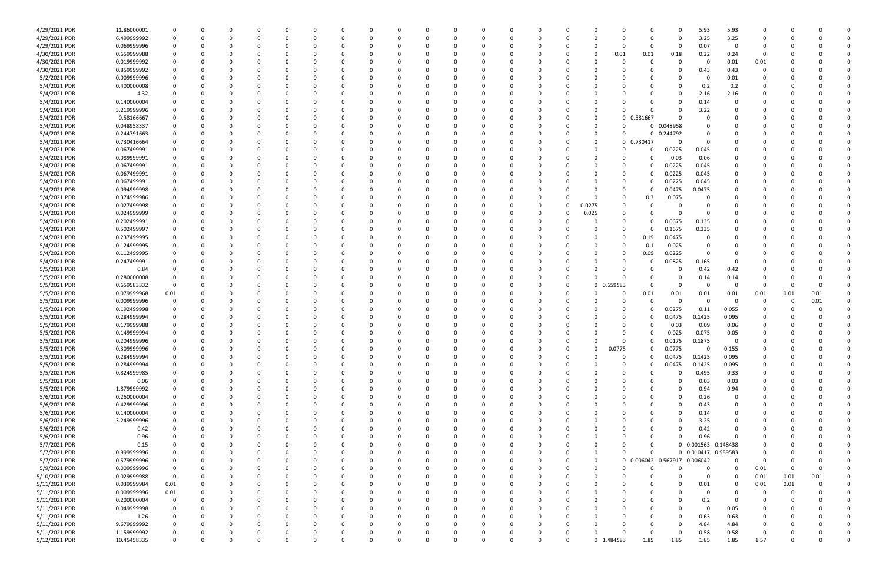| | | | | | | | | | | | | | | | | | | | | | | | | | | | |
|---|---|---|---|---|---|---|---|---|---|---|---|---|---|---|---|---|---|---|---|---|---|---|---|---|---|---|---|
| 4/29/2021 PDR | 11.86000001 | 0 | 0 | 0 | 0 | 0 | 0 | 0 | 0 | 0 | 0 | 0 | 0 | 0 | 0 | 0 | 0 | 0 | 0 | 0 | 5.93 | 5.93 | 0 | 0 | 0 | 0 | 0 |
| 4/29/2021 PDR | 6.499999992 | 0 | 0 | 0 | 0 | 0 | 0 | 0 | 0 | 0 | 0 | 0 | 0 | 0 | 0 | 0 | 0 | 0 | 0 | 0 | 3.25 | 3.25 | 0 | 0 | 0 | 0 | 0 |
| 4/29/2021 PDR | 0.069999996 | 0 | 0 | 0 | 0 | 0 | 0 | 0 | 0 | 0 | 0 | 0 | 0 | 0 | 0 | 0 | 0 | 0 | 0 | 0 | 0.07 | 0 | 0 | 0 | 0 | 0 | 0 |
| 4/30/2021 PDR | 0.659999988 | 0 | 0 | 0 | 0 | 0 | 0 | 0 | 0 | 0 | 0 | 0 | 0 | 0 | 0 | 0 | 0 | 0.01 | 0.01 | 0.18 | 0.22 | 0.24 | 0 | 0 | 0 | 0 | 0 |
| 4/30/2021 PDR | 0.019999992 | 0 | 0 | 0 | 0 | 0 | 0 | 0 | 0 | 0 | 0 | 0 | 0 | 0 | 0 | 0 | 0 | 0 | 0 | 0 | 0 | 0.01 | 0.01 | 0 | 0 | 0 | 0 |
| 4/30/2021 PDR | 0.859999992 | 0 | 0 | 0 | 0 | 0 | 0 | 0 | 0 | 0 | 0 | 0 | 0 | 0 | 0 | 0 | 0 | 0 | 0 | 0 | 0.43 | 0.43 | 0 | 0 | 0 | 0 | 0 |
| 5/2/2021 PDR | 0.009999996 | 0 | 0 | 0 | 0 | 0 | 0 | 0 | 0 | 0 | 0 | 0 | 0 | 0 | 0 | 0 | 0 | 0 | 0 | 0 | 0 | 0.01 | 0 | 0 | 0 | 0 | 0 |
| 5/4/2021 PDR | 0.400000008 | 0 | 0 | 0 | 0 | 0 | 0 | 0 | 0 | 0 | 0 | 0 | 0 | 0 | 0 | 0 | 0 | 0 | 0 | 0 | 0.2 | 0.2 | 0 | 0 | 0 | 0 | 0 |
| 5/4/2021 PDR | 4.32 | 0 | 0 | 0 | 0 | 0 | 0 | 0 | 0 | 0 | 0 | 0 | 0 | 0 | 0 | 0 | 0 | 0 | 0 | 0 | 2.16 | 2.16 | 0 | 0 | 0 | 0 | 0 |
| 5/4/2021 PDR | 0.140000004 | 0 | 0 | 0 | 0 | 0 | 0 | 0 | 0 | 0 | 0 | 0 | 0 | 0 | 0 | 0 | 0 | 0 | 0 | 0 | 0.14 | 0 | 0 | 0 | 0 | 0 | 0 |
| 5/4/2021 PDR | 3.219999996 | 0 | 0 | 0 | 0 | 0 | 0 | 0 | 0 | 0 | 0 | 0 | 0 | 0 | 0 | 0 | 0 | 0 | 0 | 0 | 3.22 | 0 | 0 | 0 | 0 | 0 | 0 |
| 5/4/2021 PDR | 0.58166667 | 0 | 0 | 0 | 0 | 0 | 0 | 0 | 0 | 0 | 0 | 0 | 0 | 0 | 0 | 0 | 0 | 0 | 0.581667 | 0 | 0 | 0 | 0 | 0 | 0 | 0 | 0 |
| 5/4/2021 PDR | 0.048958337 | 0 | 0 | 0 | 0 | 0 | 0 | 0 | 0 | 0 | 0 | 0 | 0 | 0 | 0 | 0 | 0 | 0 | 0 | 0.048958 | 0 | 0 | 0 | 0 | 0 | 0 | 0 |
| 5/4/2021 PDR | 0.244791663 | 0 | 0 | 0 | 0 | 0 | 0 | 0 | 0 | 0 | 0 | 0 | 0 | 0 | 0 | 0 | 0 | 0 | 0 | 0.244792 | 0 | 0 | 0 | 0 | 0 | 0 | 0 |
| 5/4/2021 PDR | 0.730416664 | 0 | 0 | 0 | 0 | 0 | 0 | 0 | 0 | 0 | 0 | 0 | 0 | 0 | 0 | 0 | 0 | 0 | 0.730417 | 0 | 0 | 0 | 0 | 0 | 0 | 0 | 0 |
| 5/4/2021 PDR | 0.067499991 | 0 | 0 | 0 | 0 | 0 | 0 | 0 | 0 | 0 | 0 | 0 | 0 | 0 | 0 | 0 | 0 | 0 | 0 | 0.0225 | 0.045 | 0 | 0 | 0 | 0 | 0 | 0 |
| 5/4/2021 PDR | 0.089999991 | 0 | 0 | 0 | 0 | 0 | 0 | 0 | 0 | 0 | 0 | 0 | 0 | 0 | 0 | 0 | 0 | 0 | 0 | 0.03 | 0.06 | 0 | 0 | 0 | 0 | 0 | 0 |
| 5/4/2021 PDR | 0.067499991 | 0 | 0 | 0 | 0 | 0 | 0 | 0 | 0 | 0 | 0 | 0 | 0 | 0 | 0 | 0 | 0 | 0 | 0 | 0.0225 | 0.045 | 0 | 0 | 0 | 0 | 0 | 0 |
| 5/4/2021 PDR | 0.067499991 | 0 | 0 | 0 | 0 | 0 | 0 | 0 | 0 | 0 | 0 | 0 | 0 | 0 | 0 | 0 | 0 | 0 | 0 | 0.0225 | 0.045 | 0 | 0 | 0 | 0 | 0 | 0 |
| 5/4/2021 PDR | 0.067499991 | 0 | 0 | 0 | 0 | 0 | 0 | 0 | 0 | 0 | 0 | 0 | 0 | 0 | 0 | 0 | 0 | 0 | 0 | 0.0225 | 0.045 | 0 | 0 | 0 | 0 | 0 | 0 |
| 5/4/2021 PDR | 0.094999998 | 0 | 0 | 0 | 0 | 0 | 0 | 0 | 0 | 0 | 0 | 0 | 0 | 0 | 0 | 0 | 0 | 0 | 0 | 0.0475 | 0.0475 | 0 | 0 | 0 | 0 | 0 | 0 |
| 5/4/2021 PDR | 0.374999986 | 0 | 0 | 0 | 0 | 0 | 0 | 0 | 0 | 0 | 0 | 0 | 0 | 0 | 0 | 0 | 0 | 0 | 0.3 | 0.075 | 0 | 0 | 0 | 0 | 0 | 0 | 0 |
| 5/4/2021 PDR | 0.027499998 | 0 | 0 | 0 | 0 | 0 | 0 | 0 | 0 | 0 | 0 | 0 | 0 | 0 | 0 | 0 | 0.0275 | 0 | 0 | 0 | 0 | 0 | 0 | 0 | 0 | 0 | 0 |
| 5/4/2021 PDR | 0.024999999 | 0 | 0 | 0 | 0 | 0 | 0 | 0 | 0 | 0 | 0 | 0 | 0 | 0 | 0 | 0 | 0.025 | 0 | 0 | 0 | 0 | 0 | 0 | 0 | 0 | 0 | 0 |
| 5/4/2021 PDR | 0.202499991 | 0 | 0 | 0 | 0 | 0 | 0 | 0 | 0 | 0 | 0 | 0 | 0 | 0 | 0 | 0 | 0 | 0 | 0 | 0.0675 | 0.135 | 0 | 0 | 0 | 0 | 0 | 0 |
| 5/4/2021 PDR | 0.502499997 | 0 | 0 | 0 | 0 | 0 | 0 | 0 | 0 | 0 | 0 | 0 | 0 | 0 | 0 | 0 | 0 | 0 | 0 | 0.1675 | 0.335 | 0 | 0 | 0 | 0 | 0 | 0 |
| 5/4/2021 PDR | 0.237499995 | 0 | 0 | 0 | 0 | 0 | 0 | 0 | 0 | 0 | 0 | 0 | 0 | 0 | 0 | 0 | 0 | 0 | 0.19 | 0.0475 | 0 | 0 | 0 | 0 | 0 | 0 | 0 |
| 5/4/2021 PDR | 0.124999995 | 0 | 0 | 0 | 0 | 0 | 0 | 0 | 0 | 0 | 0 | 0 | 0 | 0 | 0 | 0 | 0 | 0 | 0.1 | 0.025 | 0 | 0 | 0 | 0 | 0 | 0 | 0 |
| 5/4/2021 PDR | 0.112499995 | 0 | 0 | 0 | 0 | 0 | 0 | 0 | 0 | 0 | 0 | 0 | 0 | 0 | 0 | 0 | 0 | 0 | 0.09 | 0.0225 | 0 | 0 | 0 | 0 | 0 | 0 | 0 |
| 5/4/2021 PDR | 0.247499991 | 0 | 0 | 0 | 0 | 0 | 0 | 0 | 0 | 0 | 0 | 0 | 0 | 0 | 0 | 0 | 0 | 0 | 0 | 0.0825 | 0.165 | 0 | 0 | 0 | 0 | 0 | 0 |
| 5/5/2021 PDR | 0.84 | 0 | 0 | 0 | 0 | 0 | 0 | 0 | 0 | 0 | 0 | 0 | 0 | 0 | 0 | 0 | 0 | 0 | 0 | 0 | 0.42 | 0.42 | 0 | 0 | 0 | 0 | 0 |
| 5/5/2021 PDR | 0.280000008 | 0 | 0 | 0 | 0 | 0 | 0 | 0 | 0 | 0 | 0 | 0 | 0 | 0 | 0 | 0 | 0 | 0 | 0 | 0 | 0.14 | 0.14 | 0 | 0 | 0 | 0 | 0 |
| 5/5/2021 PDR | 0.659583332 | 0 | 0 | 0 | 0 | 0 | 0 | 0 | 0 | 0 | 0 | 0 | 0 | 0 | 0 | 0 | 0 | 0.659583 | 0 | 0 | 0 | 0 | 0 | 0 | 0 | 0 | 0 |
| 5/5/2021 PDR | 0.079999968 | 0.01 | 0 | 0 | 0 | 0 | 0 | 0 | 0 | 0 | 0 | 0 | 0 | 0 | 0 | 0 | 0 | 0 | 0.01 | 0.01 | 0.01 | 0.01 | 0.01 | 0.01 | 0.01 | 0 | 0 |
| 5/5/2021 PDR | 0.009999996 | 0 | 0 | 0 | 0 | 0 | 0 | 0 | 0 | 0 | 0 | 0 | 0 | 0 | 0 | 0 | 0 | 0 | 0 | 0 | 0 | 0 | 0 | 0 | 0.01 | 0 | 0 |
| 5/5/2021 PDR | 0.192499998 | 0 | 0 | 0 | 0 | 0 | 0 | 0 | 0 | 0 | 0 | 0 | 0 | 0 | 0 | 0 | 0 | 0 | 0 | 0.0275 | 0.11 | 0.055 | 0 | 0 | 0 | 0 | 0 |
| 5/5/2021 PDR | 0.284999994 | 0 | 0 | 0 | 0 | 0 | 0 | 0 | 0 | 0 | 0 | 0 | 0 | 0 | 0 | 0 | 0 | 0 | 0 | 0.0475 | 0.1425 | 0.095 | 0 | 0 | 0 | 0 | 0 |
| 5/5/2021 PDR | 0.179999988 | 0 | 0 | 0 | 0 | 0 | 0 | 0 | 0 | 0 | 0 | 0 | 0 | 0 | 0 | 0 | 0 | 0 | 0 | 0.03 | 0.09 | 0.06 | 0 | 0 | 0 | 0 | 0 |
| 5/5/2021 PDR | 0.149999994 | 0 | 0 | 0 | 0 | 0 | 0 | 0 | 0 | 0 | 0 | 0 | 0 | 0 | 0 | 0 | 0 | 0 | 0 | 0.025 | 0.075 | 0.05 | 0 | 0 | 0 | 0 | 0 |
| 5/5/2021 PDR | 0.204999996 | 0 | 0 | 0 | 0 | 0 | 0 | 0 | 0 | 0 | 0 | 0 | 0 | 0 | 0 | 0 | 0 | 0 | 0 | 0.0175 | 0.1875 | 0 | 0 | 0 | 0 | 0 | 0 |
| 5/5/2021 PDR | 0.309999996 | 0 | 0 | 0 | 0 | 0 | 0 | 0 | 0 | 0 | 0 | 0 | 0 | 0 | 0 | 0 | 0 | 0.0775 | 0 | 0.0775 | 0 | 0.155 | 0 | 0 | 0 | 0 | 0 |
| 5/5/2021 PDR | 0.284999994 | 0 | 0 | 0 | 0 | 0 | 0 | 0 | 0 | 0 | 0 | 0 | 0 | 0 | 0 | 0 | 0 | 0 | 0 | 0.0475 | 0.1425 | 0.095 | 0 | 0 | 0 | 0 | 0 |
| 5/5/2021 PDR | 0.284999994 | 0 | 0 | 0 | 0 | 0 | 0 | 0 | 0 | 0 | 0 | 0 | 0 | 0 | 0 | 0 | 0 | 0 | 0 | 0.0475 | 0.1425 | 0.095 | 0 | 0 | 0 | 0 | 0 |
| 5/5/2021 PDR | 0.824999985 | 0 | 0 | 0 | 0 | 0 | 0 | 0 | 0 | 0 | 0 | 0 | 0 | 0 | 0 | 0 | 0 | 0 | 0 | 0 | 0.495 | 0.33 | 0 | 0 | 0 | 0 | 0 |
| 5/5/2021 PDR | 0.06 | 0 | 0 | 0 | 0 | 0 | 0 | 0 | 0 | 0 | 0 | 0 | 0 | 0 | 0 | 0 | 0 | 0 | 0 | 0 | 0.03 | 0.03 | 0 | 0 | 0 | 0 | 0 |
| 5/5/2021 PDR | 1.879999992 | 0 | 0 | 0 | 0 | 0 | 0 | 0 | 0 | 0 | 0 | 0 | 0 | 0 | 0 | 0 | 0 | 0 | 0 | 0 | 0.94 | 0.94 | 0 | 0 | 0 | 0 | 0 |
| 5/6/2021 PDR | 0.260000004 | 0 | 0 | 0 | 0 | 0 | 0 | 0 | 0 | 0 | 0 | 0 | 0 | 0 | 0 | 0 | 0 | 0 | 0 | 0 | 0.26 | 0 | 0 | 0 | 0 | 0 | 0 |
| 5/6/2021 PDR | 0.429999996 | 0 | 0 | 0 | 0 | 0 | 0 | 0 | 0 | 0 | 0 | 0 | 0 | 0 | 0 | 0 | 0 | 0 | 0 | 0 | 0.43 | 0 | 0 | 0 | 0 | 0 | 0 |
| 5/6/2021 PDR | 0.140000004 | 0 | 0 | 0 | 0 | 0 | 0 | 0 | 0 | 0 | 0 | 0 | 0 | 0 | 0 | 0 | 0 | 0 | 0 | 0 | 0.14 | 0 | 0 | 0 | 0 | 0 | 0 |
| 5/6/2021 PDR | 3.249999996 | 0 | 0 | 0 | 0 | 0 | 0 | 0 | 0 | 0 | 0 | 0 | 0 | 0 | 0 | 0 | 0 | 0 | 0 | 0 | 3.25 | 0 | 0 | 0 | 0 | 0 | 0 |
| 5/6/2021 PDR | 0.42 | 0 | 0 | 0 | 0 | 0 | 0 | 0 | 0 | 0 | 0 | 0 | 0 | 0 | 0 | 0 | 0 | 0 | 0 | 0 | 0.42 | 0 | 0 | 0 | 0 | 0 | 0 |
| 5/6/2021 PDR | 0.96 | 0 | 0 | 0 | 0 | 0 | 0 | 0 | 0 | 0 | 0 | 0 | 0 | 0 | 0 | 0 | 0 | 0 | 0 | 0 | 0.96 | 0 | 0 | 0 | 0 | 0 | 0 |
| 5/7/2021 PDR | 0.15 | 0 | 0 | 0 | 0 | 0 | 0 | 0 | 0 | 0 | 0 | 0 | 0 | 0 | 0 | 0 | 0 | 0 | 0 | 0 | 0.001563 | 0.148438 | 0 | 0 | 0 | 0 | 0 |
| 5/7/2021 PDR | 0.999999996 | 0 | 0 | 0 | 0 | 0 | 0 | 0 | 0 | 0 | 0 | 0 | 0 | 0 | 0 | 0 | 0 | 0 | 0 | 0 | 0.010417 | 0.989583 | 0 | 0 | 0 | 0 | 0 |
| 5/7/2021 PDR | 0.579999996 | 0 | 0 | 0 | 0 | 0 | 0 | 0 | 0 | 0 | 0 | 0 | 0 | 0 | 0 | 0 | 0 | 0 | 0.006042 | 0.567917 | 0.006042 | 0 | 0 | 0 | 0 | 0 | 0 |
| 5/9/2021 PDR | 0.009999996 | 0 | 0 | 0 | 0 | 0 | 0 | 0 | 0 | 0 | 0 | 0 | 0 | 0 | 0 | 0 | 0 | 0 | 0 | 0 | 0 | 0 | 0.01 | 0 | 0 | 0 | 0 |
| 5/10/2021 PDR | 0.029999988 | 0 | 0 | 0 | 0 | 0 | 0 | 0 | 0 | 0 | 0 | 0 | 0 | 0 | 0 | 0 | 0 | 0 | 0 | 0 | 0 | 0 | 0.01 | 0.01 | 0.01 | 0 | 0 |
| 5/11/2021 PDR | 0.039999984 | 0.01 | 0 | 0 | 0 | 0 | 0 | 0 | 0 | 0 | 0 | 0 | 0 | 0 | 0 | 0 | 0 | 0 | 0 | 0 | 0.01 | 0 | 0.01 | 0.01 | 0 | 0 | 0 |
| 5/11/2021 PDR | 0.009999996 | 0.01 | 0 | 0 | 0 | 0 | 0 | 0 | 0 | 0 | 0 | 0 | 0 | 0 | 0 | 0 | 0 | 0 | 0 | 0 | 0 | 0 | 0 | 0 | 0 | 0 | 0 |
| 5/11/2021 PDR | 0.200000004 | 0 | 0 | 0 | 0 | 0 | 0 | 0 | 0 | 0 | 0 | 0 | 0 | 0 | 0 | 0 | 0 | 0 | 0 | 0 | 0.2 | 0 | 0 | 0 | 0 | 0 | 0 |
| 5/11/2021 PDR | 0.049999998 | 0 | 0 | 0 | 0 | 0 | 0 | 0 | 0 | 0 | 0 | 0 | 0 | 0 | 0 | 0 | 0 | 0 | 0 | 0 | 0 | 0.05 | 0 | 0 | 0 | 0 | 0 |
| 5/11/2021 PDR | 1.26 | 0 | 0 | 0 | 0 | 0 | 0 | 0 | 0 | 0 | 0 | 0 | 0 | 0 | 0 | 0 | 0 | 0 | 0 | 0 | 0.63 | 0.63 | 0 | 0 | 0 | 0 | 0 |
| 5/11/2021 PDR | 9.679999992 | 0 | 0 | 0 | 0 | 0 | 0 | 0 | 0 | 0 | 0 | 0 | 0 | 0 | 0 | 0 | 0 | 0 | 0 | 0 | 4.84 | 4.84 | 0 | 0 | 0 | 0 | 0 |
| 5/11/2021 PDR | 1.159999992 | 0 | 0 | 0 | 0 | 0 | 0 | 0 | 0 | 0 | 0 | 0 | 0 | 0 | 0 | 0 | 0 | 0 | 0 | 0 | 0.58 | 0.58 | 0 | 0 | 0 | 0 | 0 |
| 5/12/2021 PDR | 10.45458335 | 0 | 0 | 0 | 0 | 0 | 0 | 0 | 0 | 0 | 0 | 0 | 0 | 0 | 0 | 0 | 0 | 1.484583 | 1.85 | 1.85 | 1.85 | 1.85 | 1.57 | 0 | 0 | 0 | 0 |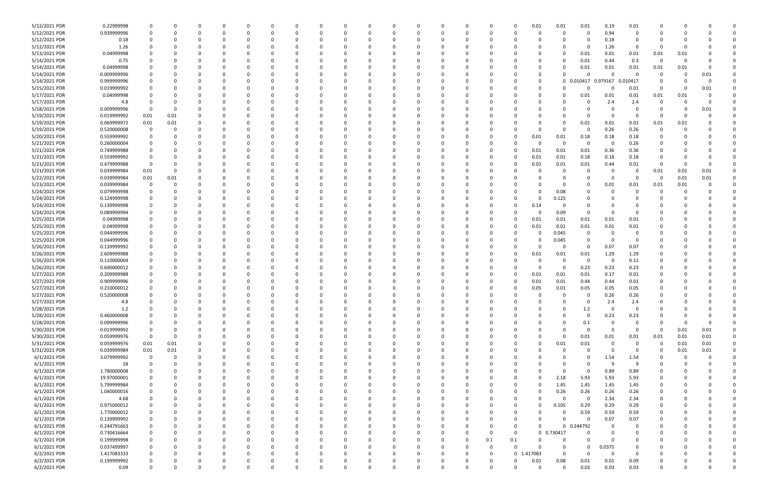| | | | | | | | | | | | | | | | | | | | | | | | | | | | | |
|---|---|---|---|---|---|---|---|---|---|---|---|---|---|---|---|---|---|---|---|---|---|---|---|---|---|---|---|---|
| 5/12/2021 PDR | 0.22999998 | 0 | 0 | 0 | 0 | 0 | 0 | 0 | 0 | 0 | 0 | 0 | 0 | 0 | 0 | 0 | 0 | 0 | 0.01 | 0.01 | 0.01 | 0.19 | 0.01 | 0 | 0 | 0 | 0 | 0 |
| 5/12/2021 PDR | 0.939999996 | 0 | 0 | 0 | 0 | 0 | 0 | 0 | 0 | 0 | 0 | 0 | 0 | 0 | 0 | 0 | 0 | 0 | 0 | 0 | 0 | 0.94 | 0 | 0 | 0 | 0 | 0 | 0 |
| 5/12/2021 PDR | 0.18 | 0 | 0 | 0 | 0 | 0 | 0 | 0 | 0 | 0 | 0 | 0 | 0 | 0 | 0 | 0 | 0 | 0 | 0 | 0 | 0 | 0.18 | 0 | 0 | 0 | 0 | 0 | 0 |
| 5/12/2021 PDR | 1.26 | 0 | 0 | 0 | 0 | 0 | 0 | 0 | 0 | 0 | 0 | 0 | 0 | 0 | 0 | 0 | 0 | 0 | 0 | 0 | 0 | 1.26 | 0 | 0 | 0 | 0 | 0 | 0 |
| 5/13/2021 PDR | 0.04999998 | 0 | 0 | 0 | 0 | 0 | 0 | 0 | 0 | 0 | 0 | 0 | 0 | 0 | 0 | 0 | 0 | 0 | 0 | 0 | 0.01 | 0.01 | 0.01 | 0.01 | 0.01 | 0 | 0 | 0 |
| 5/14/2021 PDR | 0.75 | 0 | 0 | 0 | 0 | 0 | 0 | 0 | 0 | 0 | 0 | 0 | 0 | 0 | 0 | 0 | 0 | 0 | 0 | 0 | 0.01 | 0.44 | 0.3 | 0 | 0 | 0 | 0 | 0 |
| 5/14/2021 PDR | 0.04999998 | 0 | 0 | 0 | 0 | 0 | 0 | 0 | 0 | 0 | 0 | 0 | 0 | 0 | 0 | 0 | 0 | 0 | 0 | 0 | 0.01 | 0.01 | 0.01 | 0.01 | 0.01 | 0 | 0 | 0 |
| 5/14/2021 PDR | 0.009999996 | 0 | 0 | 0 | 0 | 0 | 0 | 0 | 0 | 0 | 0 | 0 | 0 | 0 | 0 | 0 | 0 | 0 | 0 | 0 | 0 | 0 | 0 | 0 | 0 | 0 | 0.01 | 0 |
| 5/14/2021 PDR | 0.999999996 | 0 | 0 | 0 | 0 | 0 | 0 | 0 | 0 | 0 | 0 | 0 | 0 | 0 | 0 | 0 | 0 | 0 | 0 | 0 | 0.010417 | 0.979167 | 0.010417 | 0 | 0 | 0 | 0 | 0 |
| 5/15/2021 PDR | 0.019999992 | 0 | 0 | 0 | 0 | 0 | 0 | 0 | 0 | 0 | 0 | 0 | 0 | 0 | 0 | 0 | 0 | 0 | 0 | 0 | 0 | 0 | 0.01 | 0 | 0 | 0 | 0.01 | 0 |
| 5/17/2021 PDR | 0.04999998 | 0 | 0 | 0 | 0 | 0 | 0 | 0 | 0 | 0 | 0 | 0 | 0 | 0 | 0 | 0 | 0 | 0 | 0 | 0 | 0.01 | 0.01 | 0.01 | 0.01 | 0.01 | 0 | 0 | 0 |
| 5/17/2021 PDR | 4.8 | 0 | 0 | 0 | 0 | 0 | 0 | 0 | 0 | 0 | 0 | 0 | 0 | 0 | 0 | 0 | 0 | 0 | 0 | 0 | 0 | 2.4 | 2.4 | 0 | 0 | 0 | 0 | 0 |
| 5/18/2021 PDR | 0.009999996 | 0 | 0 | 0 | 0 | 0 | 0 | 0 | 0 | 0 | 0 | 0 | 0 | 0 | 0 | 0 | 0 | 0 | 0 | 0 | 0 | 0 | 0 | 0 | 0 | 0 | 0.01 | 0 |
| 5/19/2021 PDR | 0.019999992 | 0.01 | 0.01 | 0 | 0 | 0 | 0 | 0 | 0 | 0 | 0 | 0 | 0 | 0 | 0 | 0 | 0 | 0 | 0 | 0 | 0 | 0 | 0 | 0 | 0 | 0 | 0 | 0 |
| 5/19/2021 PDR | 0.069999972 | 0.01 | 0.01 | 0 | 0 | 0 | 0 | 0 | 0 | 0 | 0 | 0 | 0 | 0 | 0 | 0 | 0 | 0 | 0 | 0 | 0.01 | 0.01 | 0.01 | 0.01 | 0.01 | 0 | 0 | 0 |
| 5/19/2021 PDR | 0.520000008 | 0 | 0 | 0 | 0 | 0 | 0 | 0 | 0 | 0 | 0 | 0 | 0 | 0 | 0 | 0 | 0 | 0 | 0 | 0 | 0 | 0.26 | 0.26 | 0 | 0 | 0 | 0 | 0 |
| 5/20/2021 PDR | 0.559999992 | 0 | 0 | 0 | 0 | 0 | 0 | 0 | 0 | 0 | 0 | 0 | 0 | 0 | 0 | 0 | 0 | 0 | 0.01 | 0.01 | 0.18 | 0.18 | 0.18 | 0 | 0 | 0 | 0 | 0 |
| 5/21/2021 PDR | 0.260000004 | 0 | 0 | 0 | 0 | 0 | 0 | 0 | 0 | 0 | 0 | 0 | 0 | 0 | 0 | 0 | 0 | 0 | 0 | 0 | 0 | 0 | 0.26 | 0 | 0 | 0 | 0 | 0 |
| 5/21/2021 PDR | 0.749999988 | 0 | 0 | 0 | 0 | 0 | 0 | 0 | 0 | 0 | 0 | 0 | 0 | 0 | 0 | 0 | 0 | 0 | 0.01 | 0.01 | 0.01 | 0.36 | 0.36 | 0 | 0 | 0 | 0 | 0 |
| 5/21/2021 PDR | 0.559999992 | 0 | 0 | 0 | 0 | 0 | 0 | 0 | 0 | 0 | 0 | 0 | 0 | 0 | 0 | 0 | 0 | 0 | 0.01 | 0.01 | 0.18 | 0.18 | 0.18 | 0 | 0 | 0 | 0 | 0 |
| 5/21/2021 PDR | 0.479999988 | 0 | 0 | 0 | 0 | 0 | 0 | 0 | 0 | 0 | 0 | 0 | 0 | 0 | 0 | 0 | 0 | 0 | 0.01 | 0.01 | 0.01 | 0.44 | 0.01 | 0 | 0 | 0 | 0 | 0 |
| 5/21/2021 PDR | 0.039999984 | 0.01 | 0 | 0 | 0 | 0 | 0 | 0 | 0 | 0 | 0 | 0 | 0 | 0 | 0 | 0 | 0 | 0 | 0 | 0 | 0 | 0 | 0 | 0 | 0.01 | 0.01 | 0.01 | 0 |
| 5/22/2021 PDR | 0.039999984 | 0.01 | 0.01 | 0 | 0 | 0 | 0 | 0 | 0 | 0 | 0 | 0 | 0 | 0 | 0 | 0 | 0 | 0 | 0 | 0 | 0 | 0 | 0 | 0 | 0 | 0.01 | 0.01 | 0 |
| 5/23/2021 PDR | 0.039999984 | 0 | 0 | 0 | 0 | 0 | 0 | 0 | 0 | 0 | 0 | 0 | 0 | 0 | 0 | 0 | 0 | 0 | 0 | 0 | 0 | 0.01 | 0.01 | 0.01 | 0.01 | 0 | 0 | 0 |
| 5/24/2021 PDR | 0.079999998 | 0 | 0 | 0 | 0 | 0 | 0 | 0 | 0 | 0 | 0 | 0 | 0 | 0 | 0 | 0 | 0 | 0 | 0 | 0.08 | 0 | 0 | 0 | 0 | 0 | 0 | 0 | 0 |
| 5/24/2021 PDR | 0.124999998 | 0 | 0 | 0 | 0 | 0 | 0 | 0 | 0 | 0 | 0 | 0 | 0 | 0 | 0 | 0 | 0 | 0 | 0 | 0.125 | 0 | 0 | 0 | 0 | 0 | 0 | 0 | 0 |
| 5/24/2021 PDR | 0.139999998 | 0 | 0 | 0 | 0 | 0 | 0 | 0 | 0 | 0 | 0 | 0 | 0 | 0 | 0 | 0 | 0 | 0 | 0.14 | 0 | 0 | 0 | 0 | 0 | 0 | 0 | 0 | 0 |
| 5/24/2021 PDR | 0.089999994 | 0 | 0 | 0 | 0 | 0 | 0 | 0 | 0 | 0 | 0 | 0 | 0 | 0 | 0 | 0 | 0 | 0 | 0 | 0.09 | 0 | 0 | 0 | 0 | 0 | 0 | 0 | 0 |
| 5/25/2021 PDR | 0.04999998 | 0 | 0 | 0 | 0 | 0 | 0 | 0 | 0 | 0 | 0 | 0 | 0 | 0 | 0 | 0 | 0 | 0 | 0.01 | 0.01 | 0.01 | 0.01 | 0.01 | 0 | 0 | 0 | 0 | 0 |
| 5/25/2021 PDR | 0.04999998 | 0 | 0 | 0 | 0 | 0 | 0 | 0 | 0 | 0 | 0 | 0 | 0 | 0 | 0 | 0 | 0 | 0 | 0.01 | 0.01 | 0.01 | 0.01 | 0.01 | 0 | 0 | 0 | 0 | 0 |
| 5/25/2021 PDR | 0.044999996 | 0 | 0 | 0 | 0 | 0 | 0 | 0 | 0 | 0 | 0 | 0 | 0 | 0 | 0 | 0 | 0 | 0 | 0 | 0.045 | 0 | 0 | 0 | 0 | 0 | 0 | 0 | 0 |
| 5/25/2021 PDR | 0.044999996 | 0 | 0 | 0 | 0 | 0 | 0 | 0 | 0 | 0 | 0 | 0 | 0 | 0 | 0 | 0 | 0 | 0 | 0 | 0.045 | 0 | 0 | 0 | 0 | 0 | 0 | 0 | 0 |
| 5/26/2021 PDR | 0.139999992 | 0 | 0 | 0 | 0 | 0 | 0 | 0 | 0 | 0 | 0 | 0 | 0 | 0 | 0 | 0 | 0 | 0 | 0 | 0 | 0 | 0.07 | 0.07 | 0 | 0 | 0 | 0 | 0 |
| 5/26/2021 PDR | 2.609999988 | 0 | 0 | 0 | 0 | 0 | 0 | 0 | 0 | 0 | 0 | 0 | 0 | 0 | 0 | 0 | 0 | 0 | 0.01 | 0.01 | 0.01 | 1.29 | 1.29 | 0 | 0 | 0 | 0 | 0 |
| 5/26/2021 PDR | 0.110000004 | 0 | 0 | 0 | 0 | 0 | 0 | 0 | 0 | 0 | 0 | 0 | 0 | 0 | 0 | 0 | 0 | 0 | 0 | 0 | 0 | 0 | 0.11 | 0 | 0 | 0 | 0 | 0 |
| 5/26/2021 PDR | 0.690000012 | 0 | 0 | 0 | 0 | 0 | 0 | 0 | 0 | 0 | 0 | 0 | 0 | 0 | 0 | 0 | 0 | 0 | 0 | 0 | 0.23 | 0.23 | 0.23 | 0 | 0 | 0 | 0 | 0 |
| 5/27/2021 PDR | 0.209999988 | 0 | 0 | 0 | 0 | 0 | 0 | 0 | 0 | 0 | 0 | 0 | 0 | 0 | 0 | 0 | 0 | 0 | 0.01 | 0.01 | 0.01 | 0.17 | 0.01 | 0 | 0 | 0 | 0 | 0 |
| 5/27/2021 PDR | 0.909999996 | 0 | 0 | 0 | 0 | 0 | 0 | 0 | 0 | 0 | 0 | 0 | 0 | 0 | 0 | 0 | 0 | 0 | 0.01 | 0.01 | 0.44 | 0.44 | 0.01 | 0 | 0 | 0 | 0 | 0 |
| 5/27/2021 PDR | 0.210000012 | 0 | 0 | 0 | 0 | 0 | 0 | 0 | 0 | 0 | 0 | 0 | 0 | 0 | 0 | 0 | 0 | 0 | 0.05 | 0.01 | 0.05 | 0.05 | 0.05 | 0 | 0 | 0 | 0 | 0 |
| 5/27/2021 PDR | 0.520000008 | 0 | 0 | 0 | 0 | 0 | 0 | 0 | 0 | 0 | 0 | 0 | 0 | 0 | 0 | 0 | 0 | 0 | 0 | 0 | 0 | 0.26 | 0.26 | 0 | 0 | 0 | 0 | 0 |
| 5/27/2021 PDR | 4.8 | 0 | 0 | 0 | 0 | 0 | 0 | 0 | 0 | 0 | 0 | 0 | 0 | 0 | 0 | 0 | 0 | 0 | 0 | 0 | 0 | 2.4 | 2.4 | 0 | 0 | 0 | 0 | 0 |
| 5/28/2021 PDR | 1.2 | 0 | 0 | 0 | 0 | 0 | 0 | 0 | 0 | 0 | 0 | 0 | 0 | 0 | 0 | 0 | 0 | 0 | 0 | 0 | 1.2 | 0 | 0 | 0 | 0 | 0 | 0 | 0 |
| 5/28/2021 PDR | 0.460000008 | 0 | 0 | 0 | 0 | 0 | 0 | 0 | 0 | 0 | 0 | 0 | 0 | 0 | 0 | 0 | 0 | 0 | 0 | 0 | 0 | 0.23 | 0.23 | 0 | 0 | 0 | 0 | 0 |
| 5/28/2021 PDR | 0.099999996 | 0 | 0 | 0 | 0 | 0 | 0 | 0 | 0 | 0 | 0 | 0 | 0 | 0 | 0 | 0 | 0 | 0 | 0 | 0 | 0.1 | 0 | 0 | 0 | 0 | 0 | 0 | 0 |
| 5/30/2021 PDR | 0.019999992 | 0 | 0 | 0 | 0 | 0 | 0 | 0 | 0 | 0 | 0 | 0 | 0 | 0 | 0 | 0 | 0 | 0 | 0 | 0 | 0 | 0 | 0 | 0 | 0 | 0.01 | 0.01 | 0 |
| 5/30/2021 PDR | 0.059999976 | 0 | 0 | 0 | 0 | 0 | 0 | 0 | 0 | 0 | 0 | 0 | 0 | 0 | 0 | 0 | 0 | 0 | 0 | 0 | 0 | 0.01 | 0.01 | 0.01 | 0.01 | 0.01 | 0.01 | 0 |
| 5/31/2021 PDR | 0.059999976 | 0.01 | 0.01 | 0 | 0 | 0 | 0 | 0 | 0 | 0 | 0 | 0 | 0 | 0 | 0 | 0 | 0 | 0 | 0 | 0.01 | 0.01 | 0 | 0 | 0 | 0 | 0.01 | 0.01 | 0 |
| 5/31/2021 PDR | 0.039999984 | 0.01 | 0.01 | 0 | 0 | 0 | 0 | 0 | 0 | 0 | 0 | 0 | 0 | 0 | 0 | 0 | 0 | 0 | 0 | 0 | 0 | 0 | 0 | 0 | 0 | 0.01 | 0.01 | 0 |
| 6/1/2021 PDR | 3.079999992 | 0 | 0 | 0 | 0 | 0 | 0 | 0 | 0 | 0 | 0 | 0 | 0 | 0 | 0 | 0 | 0 | 0 | 0 | 0 | 0 | 1.54 | 1.54 | 0 | 0 | 0 | 0 | 0 |
| 6/1/2021 PDR | 18 | 0 | 0 | 0 | 0 | 0 | 0 | 0 | 0 | 0 | 0 | 0 | 0 | 0 | 0 | 0 | 0 | 0 | 0 | 0 | 0 | 9 | 9 | 0 | 0 | 0 | 0 | 0 |
| 6/1/2021 PDR | 1.780000008 | 0 | 0 | 0 | 0 | 0 | 0 | 0 | 0 | 0 | 0 | 0 | 0 | 0 | 0 | 0 | 0 | 0 | 0 | 0 | 0 | 0.89 | 0.89 | 0 | 0 | 0 | 0 | 0 |
| 6/1/2021 PDR | 19.97000001 | 0 | 0 | 0 | 0 | 0 | 0 | 0 | 0 | 0 | 0 | 0 | 0 | 0 | 0 | 0 | 0 | 0 | 0 | 2.18 | 5.93 | 5.93 | 5.93 | 0 | 0 | 0 | 0 | 0 |
| 6/1/2021 PDR | 5.799999984 | 0 | 0 | 0 | 0 | 0 | 0 | 0 | 0 | 0 | 0 | 0 | 0 | 0 | 0 | 0 | 0 | 0 | 0 | 1.45 | 1.45 | 1.45 | 1.45 | 0 | 0 | 0 | 0 | 0 |
| 6/1/2021 PDR | 1.040000016 | 0 | 0 | 0 | 0 | 0 | 0 | 0 | 0 | 0 | 0 | 0 | 0 | 0 | 0 | 0 | 0 | 0 | 0 | 0.26 | 0.26 | 0.26 | 0.26 | 0 | 0 | 0 | 0 | 0 |
| 6/1/2021 PDR | 4.68 | 0 | 0 | 0 | 0 | 0 | 0 | 0 | 0 | 0 | 0 | 0 | 0 | 0 | 0 | 0 | 0 | 0 | 0 | 0 | 0 | 2.34 | 2.34 | 0 | 0 | 0 | 0 | 0 |
| 6/1/2021 PDR | 0.975000012 | 0 | 0 | 0 | 0 | 0 | 0 | 0 | 0 | 0 | 0 | 0 | 0 | 0 | 0 | 0 | 0 | 0 | 0 | 0.105 | 0.29 | 0.29 | 0.29 | 0 | 0 | 0 | 0 | 0 |
| 6/1/2021 PDR | 1.770000012 | 0 | 0 | 0 | 0 | 0 | 0 | 0 | 0 | 0 | 0 | 0 | 0 | 0 | 0 | 0 | 0 | 0 | 0 | 0 | 0.59 | 0.59 | 0.59 | 0 | 0 | 0 | 0 | 0 |
| 6/1/2021 PDR | 0.139999992 | 0 | 0 | 0 | 0 | 0 | 0 | 0 | 0 | 0 | 0 | 0 | 0 | 0 | 0 | 0 | 0 | 0 | 0 | 0 | 0 | 0.07 | 0.07 | 0 | 0 | 0 | 0 | 0 |
| 6/1/2021 PDR | 0.244791663 | 0 | 0 | 0 | 0 | 0 | 0 | 0 | 0 | 0 | 0 | 0 | 0 | 0 | 0 | 0 | 0 | 0 | 0 | 0 | 0.244792 | 0 | 0 | 0 | 0 | 0 | 0 | 0 |
| 6/1/2021 PDR | 0.730416664 | 0 | 0 | 0 | 0 | 0 | 0 | 0 | 0 | 0 | 0 | 0 | 0 | 0 | 0 | 0 | 0 | 0 | 0 | 0.730417 | 0 | 0 | 0 | 0 | 0 | 0 | 0 | 0 |
| 6/1/2021 PDR | 0.199999998 | 0 | 0 | 0 | 0 | 0 | 0 | 0 | 0 | 0 | 0 | 0 | 0 | 0 | 0 | 0 | 0 | 0.1 | 0.1 | 0 | 0 | 0 | 0 | 0 | 0 | 0 | 0 | 0 |
| 6/1/2021 PDR | 0.037499997 | 0 | 0 | 0 | 0 | 0 | 0 | 0 | 0 | 0 | 0 | 0 | 0 | 0 | 0 | 0 | 0 | 0 | 0 | 0 | 0 | 0.0375 | 0 | 0 | 0 | 0 | 0 | 0 |
| 6/2/2021 PDR | 1.417083333 | 0 | 0 | 0 | 0 | 0 | 0 | 0 | 0 | 0 | 0 | 0 | 0 | 0 | 0 | 0 | 0 | 0 | 1.417083 | 0 | 0 | 0 | 0 | 0 | 0 | 0 | 0 | 0 |
| 6/2/2021 PDR | 0.199999992 | 0 | 0 | 0 | 0 | 0 | 0 | 0 | 0 | 0 | 0 | 0 | 0 | 0 | 0 | 0 | 0 | 0 | 0.01 | 0.08 | 0.01 | 0.01 | 0.09 | 0 | 0 | 0 | 0 | 0 |
| 6/2/2021 PDR | 0.09 | 0 | 0 | 0 | 0 | 0 | 0 | 0 | 0 | 0 | 0 | 0 | 0 | 0 | 0 | 0 | 0 | 0 | 0 | 0 | 0.03 | 0.03 | 0.03 | 0 | 0 | 0 | 0 | 0 |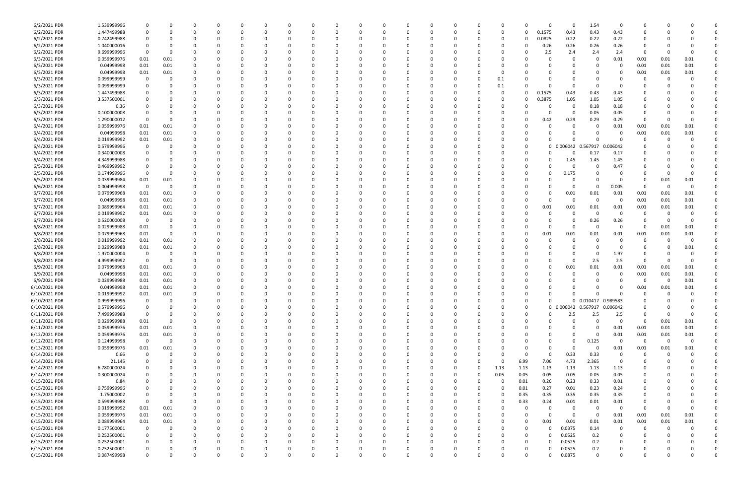| | | | | | | | | | | | | | | | | | | | | | | | | | | |
|---|---|---|---|---|---|---|---|---|---|---|---|---|---|---|---|---|---|---|---|---|---|---|---|---|---|---|
| 6/2/2021 PDR | 1.539999996 | 0 | 0 | 0 | 0 | 0 | 0 | 0 | 0 | 0 | 0 | 0 | 0 | 0 | 0 | 0 | 0 | 0 | 0 | 0 | 0 | 1.54 | 0 | 0 | 0 | 0 |
| 6/2/2021 PDR | 1.447499988 | 0 | 0 | 0 | 0 | 0 | 0 | 0 | 0 | 0 | 0 | 0 | 0 | 0 | 0 | 0 | 0 | 0 | 0.1575 | 0.43 | 0.43 | 0.43 | 0 | 0 | 0 | 0 |
| 6/2/2021 PDR | 0.742499988 | 0 | 0 | 0 | 0 | 0 | 0 | 0 | 0 | 0 | 0 | 0 | 0 | 0 | 0 | 0 | 0 | 0 | 0.0825 | 0.22 | 0.22 | 0.22 | 0 | 0 | 0 | 0 |
| 6/2/2021 PDR | 1.040000016 | 0 | 0 | 0 | 0 | 0 | 0 | 0 | 0 | 0 | 0 | 0 | 0 | 0 | 0 | 0 | 0 | 0 | 0.26 | 0.26 | 0.26 | 0.26 | 0 | 0 | 0 | 0 |
| 6/2/2021 PDR | 9.699999996 | 0 | 0 | 0 | 0 | 0 | 0 | 0 | 0 | 0 | 0 | 0 | 0 | 0 | 0 | 0 | 0 | 0 | 2.5 | 2.4 | 2.4 | 2.4 | 0 | 0 | 0 | 0 |
| 6/3/2021 PDR | 0.059999976 | 0.01 | 0.01 | 0 | 0 | 0 | 0 | 0 | 0 | 0 | 0 | 0 | 0 | 0 | 0 | 0 | 0 | 0 | 0 | 0 | 0 | 0.01 | 0.01 | 0.01 | 0.01 | 0 |
| 6/3/2021 PDR | 0.04999998 | 0.01 | 0.01 | 0 | 0 | 0 | 0 | 0 | 0 | 0 | 0 | 0 | 0 | 0 | 0 | 0 | 0 | 0 | 0 | 0 | 0 | 0 | 0.01 | 0.01 | 0.01 | 0 |
| 6/3/2021 PDR | 0.04999998 | 0.01 | 0.01 | 0 | 0 | 0 | 0 | 0 | 0 | 0 | 0 | 0 | 0 | 0 | 0 | 0 | 0 | 0 | 0 | 0 | 0 | 0 | 0.01 | 0.01 | 0.01 | 0 |
| 6/3/2021 PDR | 0.099999999 | 0 | 0 | 0 | 0 | 0 | 0 | 0 | 0 | 0 | 0 | 0 | 0 | 0 | 0 | 0 | 0 | 0.1 | 0 | 0 | 0 | 0 | 0 | 0 | 0 | 0 |
| 6/3/2021 PDR | 0.099999999 | 0 | 0 | 0 | 0 | 0 | 0 | 0 | 0 | 0 | 0 | 0 | 0 | 0 | 0 | 0 | 0 | 0.1 | 0 | 0 | 0 | 0 | 0 | 0 | 0 | 0 |
| 6/3/2021 PDR | 1.447499988 | 0 | 0 | 0 | 0 | 0 | 0 | 0 | 0 | 0 | 0 | 0 | 0 | 0 | 0 | 0 | 0 | 0 | 0.1575 | 0.43 | 0.43 | 0.43 | 0 | 0 | 0 | 0 |
| 6/3/2021 PDR | 3.537500001 | 0 | 0 | 0 | 0 | 0 | 0 | 0 | 0 | 0 | 0 | 0 | 0 | 0 | 0 | 0 | 0 | 0 | 0.3875 | 1.05 | 1.05 | 1.05 | 0 | 0 | 0 | 0 |
| 6/3/2021 PDR | 0.36 | 0 | 0 | 0 | 0 | 0 | 0 | 0 | 0 | 0 | 0 | 0 | 0 | 0 | 0 | 0 | 0 | 0 | 0 | 0 | 0.18 | 0.18 | 0 | 0 | 0 | 0 |
| 6/3/2021 PDR | 0.100000008 | 0 | 0 | 0 | 0 | 0 | 0 | 0 | 0 | 0 | 0 | 0 | 0 | 0 | 0 | 0 | 0 | 0 | 0 | 0 | 0.05 | 0.05 | 0 | 0 | 0 | 0 |
| 6/3/2021 PDR | 1.290000012 | 0 | 0 | 0 | 0 | 0 | 0 | 0 | 0 | 0 | 0 | 0 | 0 | 0 | 0 | 0 | 0 | 0 | 0.42 | 0.29 | 0.29 | 0.29 | 0 | 0 | 0 | 0 |
| 6/4/2021 PDR | 0.059999976 | 0.01 | 0.01 | 0 | 0 | 0 | 0 | 0 | 0 | 0 | 0 | 0 | 0 | 0 | 0 | 0 | 0 | 0 | 0 | 0 | 0 | 0.01 | 0.01 | 0.01 | 0.01 | 0 |
| 6/4/2021 PDR | 0.04999998 | 0.01 | 0.01 | 0 | 0 | 0 | 0 | 0 | 0 | 0 | 0 | 0 | 0 | 0 | 0 | 0 | 0 | 0 | 0 | 0 | 0 | 0 | 0.01 | 0.01 | 0.01 | 0 |
| 6/4/2021 PDR | 0.019999992 | 0.01 | 0.01 | 0 | 0 | 0 | 0 | 0 | 0 | 0 | 0 | 0 | 0 | 0 | 0 | 0 | 0 | 0 | 0 | 0 | 0 | 0 | 0 | 0 | 0 | 0 |
| 6/4/2021 PDR | 0.579999996 | 0 | 0 | 0 | 0 | 0 | 0 | 0 | 0 | 0 | 0 | 0 | 0 | 0 | 0 | 0 | 0 | 0 | 0 | 0.006042 | 0.567917 | 0.006042 | 0 | 0 | 0 | 0 |
| 6/4/2021 PDR | 0.340000008 | 0 | 0 | 0 | 0 | 0 | 0 | 0 | 0 | 0 | 0 | 0 | 0 | 0 | 0 | 0 | 0 | 0 | 0 | 0 | 0.17 | 0.17 | 0 | 0 | 0 | 0 |
| 6/4/2021 PDR | 4.349999988 | 0 | 0 | 0 | 0 | 0 | 0 | 0 | 0 | 0 | 0 | 0 | 0 | 0 | 0 | 0 | 0 | 0 | 0 | 1.45 | 1.45 | 1.45 | 0 | 0 | 0 | 0 |
| 6/5/2021 PDR | 0.469999992 | 0 | 0 | 0 | 0 | 0 | 0 | 0 | 0 | 0 | 0 | 0 | 0 | 0 | 0 | 0 | 0 | 0 | 0 | 0 | 0 | 0.47 | 0 | 0 | 0 | 0 |
| 6/5/2021 PDR | 0.174999996 | 0 | 0 | 0 | 0 | 0 | 0 | 0 | 0 | 0 | 0 | 0 | 0 | 0 | 0 | 0 | 0 | 0 | 0 | 0 | 0.175 | 0 | 0 | 0 | 0 | 0 |
| 6/5/2021 PDR | 0.039999984 | 0.01 | 0.01 | 0 | 0 | 0 | 0 | 0 | 0 | 0 | 0 | 0 | 0 | 0 | 0 | 0 | 0 | 0 | 0 | 0 | 0 | 0 | 0 | 0.01 | 0.01 | 0 |
| 6/6/2021 PDR | 0.004999998 | 0 | 0 | 0 | 0 | 0 | 0 | 0 | 0 | 0 | 0 | 0 | 0 | 0 | 0 | 0 | 0 | 0 | 0 | 0 | 0 | 0.005 | 0 | 0 | 0 | 0 |
| 6/7/2021 PDR | 0.079999968 | 0.01 | 0.01 | 0 | 0 | 0 | 0 | 0 | 0 | 0 | 0 | 0 | 0 | 0 | 0 | 0 | 0 | 0 | 0 | 0.01 | 0.01 | 0.01 | 0.01 | 0.01 | 0.01 | 0 |
| 6/7/2021 PDR | 0.04999998 | 0.01 | 0.01 | 0 | 0 | 0 | 0 | 0 | 0 | 0 | 0 | 0 | 0 | 0 | 0 | 0 | 0 | 0 | 0 | 0 | 0 | 0 | 0.01 | 0.01 | 0.01 | 0 |
| 6/7/2021 PDR | 0.089999964 | 0.01 | 0.01 | 0 | 0 | 0 | 0 | 0 | 0 | 0 | 0 | 0 | 0 | 0 | 0 | 0 | 0 | 0 | 0.01 | 0.01 | 0.01 | 0.01 | 0.01 | 0.01 | 0.01 | 0 |
| 6/7/2021 PDR | 0.019999992 | 0.01 | 0.01 | 0 | 0 | 0 | 0 | 0 | 0 | 0 | 0 | 0 | 0 | 0 | 0 | 0 | 0 | 0 | 0 | 0 | 0 | 0 | 0 | 0 | 0 | 0 |
| 6/7/2021 PDR | 0.520000008 | 0 | 0 | 0 | 0 | 0 | 0 | 0 | 0 | 0 | 0 | 0 | 0 | 0 | 0 | 0 | 0 | 0 | 0 | 0 | 0.26 | 0.26 | 0 | 0 | 0 | 0 |
| 6/8/2021 PDR | 0.029999988 | 0.01 | 0 | 0 | 0 | 0 | 0 | 0 | 0 | 0 | 0 | 0 | 0 | 0 | 0 | 0 | 0 | 0 | 0 | 0 | 0 | 0 | 0 | 0.01 | 0.01 | 0 |
| 6/8/2021 PDR | 0.079999968 | 0.01 | 0 | 0 | 0 | 0 | 0 | 0 | 0 | 0 | 0 | 0 | 0 | 0 | 0 | 0 | 0 | 0 | 0.01 | 0.01 | 0.01 | 0.01 | 0.01 | 0.01 | 0.01 | 0 |
| 6/8/2021 PDR | 0.019999992 | 0.01 | 0.01 | 0 | 0 | 0 | 0 | 0 | 0 | 0 | 0 | 0 | 0 | 0 | 0 | 0 | 0 | 0 | 0 | 0 | 0 | 0 | 0 | 0 | 0 | 0 |
| 6/8/2021 PDR | 0.029999988 | 0.01 | 0.01 | 0 | 0 | 0 | 0 | 0 | 0 | 0 | 0 | 0 | 0 | 0 | 0 | 0 | 0 | 0 | 0 | 0 | 0 | 0 | 0 | 0 | 0.01 | 0 |
| 6/8/2021 PDR | 1.970000004 | 0 | 0 | 0 | 0 | 0 | 0 | 0 | 0 | 0 | 0 | 0 | 0 | 0 | 0 | 0 | 0 | 0 | 0 | 0 | 0 | 1.97 | 0 | 0 | 0 | 0 |
| 6/8/2021 PDR | 4.999999992 | 0 | 0 | 0 | 0 | 0 | 0 | 0 | 0 | 0 | 0 | 0 | 0 | 0 | 0 | 0 | 0 | 0 | 0 | 0 | 2.5 | 2.5 | 0 | 0 | 0 | 0 |
| 6/9/2021 PDR | 0.079999968 | 0.01 | 0.01 | 0 | 0 | 0 | 0 | 0 | 0 | 0 | 0 | 0 | 0 | 0 | 0 | 0 | 0 | 0 | 0 | 0.01 | 0.01 | 0.01 | 0.01 | 0.01 | 0.01 | 0 |
| 6/9/2021 PDR | 0.04999998 | 0.01 | 0.01 | 0 | 0 | 0 | 0 | 0 | 0 | 0 | 0 | 0 | 0 | 0 | 0 | 0 | 0 | 0 | 0 | 0 | 0 | 0 | 0.01 | 0.01 | 0.01 | 0 |
| 6/9/2021 PDR | 0.029999988 | 0.01 | 0.01 | 0 | 0 | 0 | 0 | 0 | 0 | 0 | 0 | 0 | 0 | 0 | 0 | 0 | 0 | 0 | 0 | 0 | 0 | 0 | 0 | 0 | 0.01 | 0 |
| 6/10/2021 PDR | 0.04999998 | 0.01 | 0.01 | 0 | 0 | 0 | 0 | 0 | 0 | 0 | 0 | 0 | 0 | 0 | 0 | 0 | 0 | 0 | 0 | 0 | 0 | 0 | 0.01 | 0.01 | 0.01 | 0 |
| 6/10/2021 PDR | 0.019999992 | 0.01 | 0.01 | 0 | 0 | 0 | 0 | 0 | 0 | 0 | 0 | 0 | 0 | 0 | 0 | 0 | 0 | 0 | 0 | 0 | 0 | 0 | 0 | 0 | 0 | 0 |
| 6/10/2021 PDR | 0.999999996 | 0 | 0 | 0 | 0 | 0 | 0 | 0 | 0 | 0 | 0 | 0 | 0 | 0 | 0 | 0 | 0 | 0 | 0 | 0 | 0.010417 | 0.989583 | 0 | 0 | 0 | 0 |
| 6/10/2021 PDR | 0.579999996 | 0 | 0 | 0 | 0 | 0 | 0 | 0 | 0 | 0 | 0 | 0 | 0 | 0 | 0 | 0 | 0 | 0 | 0 | 0.006042 | 0.567917 | 0.006042 | 0 | 0 | 0 | 0 |
| 6/11/2021 PDR | 7.499999988 | 0 | 0 | 0 | 0 | 0 | 0 | 0 | 0 | 0 | 0 | 0 | 0 | 0 | 0 | 0 | 0 | 0 | 0 | 2.5 | 2.5 | 2.5 | 0 | 0 | 0 | 0 |
| 6/11/2021 PDR | 0.029999988 | 0.01 | 0 | 0 | 0 | 0 | 0 | 0 | 0 | 0 | 0 | 0 | 0 | 0 | 0 | 0 | 0 | 0 | 0 | 0 | 0 | 0 | 0 | 0.01 | 0.01 | 0 |
| 6/11/2021 PDR | 0.059999976 | 0.01 | 0.01 | 0 | 0 | 0 | 0 | 0 | 0 | 0 | 0 | 0 | 0 | 0 | 0 | 0 | 0 | 0 | 0 | 0 | 0 | 0.01 | 0.01 | 0.01 | 0.01 | 0 |
| 6/12/2021 PDR | 0.059999976 | 0.01 | 0.01 | 0 | 0 | 0 | 0 | 0 | 0 | 0 | 0 | 0 | 0 | 0 | 0 | 0 | 0 | 0 | 0 | 0 | 0 | 0.01 | 0.01 | 0.01 | 0.01 | 0 |
| 6/12/2021 PDR | 0.124999998 | 0 | 0 | 0 | 0 | 0 | 0 | 0 | 0 | 0 | 0 | 0 | 0 | 0 | 0 | 0 | 0 | 0 | 0 | 0 | 0 | 0.125 | 0 | 0 | 0 | 0 |
| 6/13/2021 PDR | 0.059999976 | 0.01 | 0.01 | 0 | 0 | 0 | 0 | 0 | 0 | 0 | 0 | 0 | 0 | 0 | 0 | 0 | 0 | 0 | 0 | 0 | 0 | 0.01 | 0.01 | 0.01 | 0.01 | 0 |
| 6/14/2021 PDR | 0.66 | 0 | 0 | 0 | 0 | 0 | 0 | 0 | 0 | 0 | 0 | 0 | 0 | 0 | 0 | 0 | 0 | 0 | 0 | 0 | 0.33 | 0.33 | 0 | 0 | 0 | 0 |
| 6/14/2021 PDR | 21.145 | 0 | 0 | 0 | 0 | 0 | 0 | 0 | 0 | 0 | 0 | 0 | 0 | 0 | 0 | 0 | 0 | 0 | 6.99 | 7.06 | 4.73 | 2.365 | 0 | 0 | 0 | 0 |
| 6/14/2021 PDR | 6.780000024 | 0 | 0 | 0 | 0 | 0 | 0 | 0 | 0 | 0 | 0 | 0 | 0 | 0 | 0 | 0 | 1.13 | 1.13 | 1.13 | 1.13 | 1.13 | 1.13 | 0 | 0 | 0 | 0 |
| 6/14/2021 PDR | 0.300000024 | 0 | 0 | 0 | 0 | 0 | 0 | 0 | 0 | 0 | 0 | 0 | 0 | 0 | 0 | 0 | 0.05 | 0.05 | 0.05 | 0.05 | 0.05 | 0.05 | 0 | 0 | 0 | 0 |
| 6/15/2021 PDR | 0.84 | 0 | 0 | 0 | 0 | 0 | 0 | 0 | 0 | 0 | 0 | 0 | 0 | 0 | 0 | 0 | 0 | 0.01 | 0.26 | 0.23 | 0.33 | 0.01 | 0 | 0 | 0 | 0 |
| 6/15/2021 PDR | 0.759999996 | 0 | 0 | 0 | 0 | 0 | 0 | 0 | 0 | 0 | 0 | 0 | 0 | 0 | 0 | 0 | 0 | 0.01 | 0.27 | 0.01 | 0.23 | 0.24 | 0 | 0 | 0 | 0 |
| 6/15/2021 PDR | 1.75000002 | 0 | 0 | 0 | 0 | 0 | 0 | 0 | 0 | 0 | 0 | 0 | 0 | 0 | 0 | 0 | 0 | 0.35 | 0.35 | 0.35 | 0.35 | 0.35 | 0 | 0 | 0 | 0 |
| 6/15/2021 PDR | 0.599999988 | 0 | 0 | 0 | 0 | 0 | 0 | 0 | 0 | 0 | 0 | 0 | 0 | 0 | 0 | 0 | 0 | 0.33 | 0.24 | 0.01 | 0.01 | 0.01 | 0 | 0 | 0 | 0 |
| 6/15/2021 PDR | 0.019999992 | 0.01 | 0.01 | 0 | 0 | 0 | 0 | 0 | 0 | 0 | 0 | 0 | 0 | 0 | 0 | 0 | 0 | 0 | 0 | 0 | 0 | 0 | 0 | 0 | 0 | 0 |
| 6/15/2021 PDR | 0.059999976 | 0.01 | 0.01 | 0 | 0 | 0 | 0 | 0 | 0 | 0 | 0 | 0 | 0 | 0 | 0 | 0 | 0 | 0 | 0 | 0 | 0 | 0.01 | 0.01 | 0.01 | 0.01 | 0 |
| 6/15/2021 PDR | 0.089999964 | 0.01 | 0.01 | 0 | 0 | 0 | 0 | 0 | 0 | 0 | 0 | 0 | 0 | 0 | 0 | 0 | 0 | 0 | 0.01 | 0.01 | 0.01 | 0.01 | 0.01 | 0.01 | 0.01 | 0 |
| 6/15/2021 PDR | 0.177500001 | 0 | 0 | 0 | 0 | 0 | 0 | 0 | 0 | 0 | 0 | 0 | 0 | 0 | 0 | 0 | 0 | 0 | 0 | 0 | 0.0375 | 0.14 | 0 | 0 | 0 | 0 |
| 6/15/2021 PDR | 0.252500001 | 0 | 0 | 0 | 0 | 0 | 0 | 0 | 0 | 0 | 0 | 0 | 0 | 0 | 0 | 0 | 0 | 0 | 0 | 0 | 0.0525 | 0.2 | 0 | 0 | 0 | 0 |
| 6/15/2021 PDR | 0.252500001 | 0 | 0 | 0 | 0 | 0 | 0 | 0 | 0 | 0 | 0 | 0 | 0 | 0 | 0 | 0 | 0 | 0 | 0 | 0 | 0.0525 | 0.2 | 0 | 0 | 0 | 0 |
| 6/15/2021 PDR | 0.252500001 | 0 | 0 | 0 | 0 | 0 | 0 | 0 | 0 | 0 | 0 | 0 | 0 | 0 | 0 | 0 | 0 | 0 | 0 | 0 | 0.0525 | 0.2 | 0 | 0 | 0 | 0 |
| 6/15/2021 PDR | 0.087499998 | 0 | 0 | 0 | 0 | 0 | 0 | 0 | 0 | 0 | 0 | 0 | 0 | 0 | 0 | 0 | 0 | 0 | 0 | 0 | 0.0875 | 0 | 0 | 0 | 0 | 0 |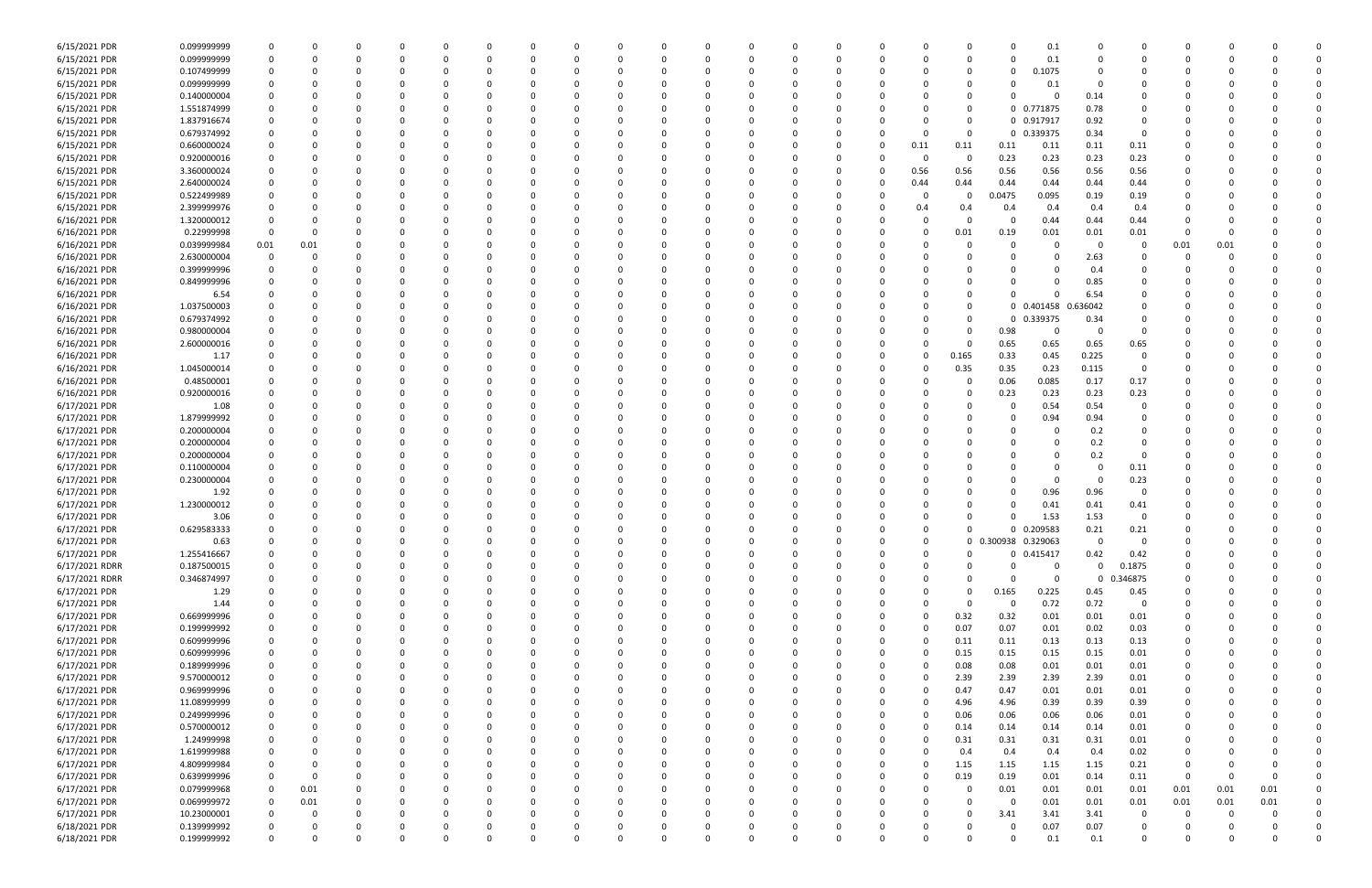| | | | | | | | | | | | | | | | | | | | | | | | | | | | |
|---|---|---|---|---|---|---|---|---|---|---|---|---|---|---|---|---|---|---|---|---|---|---|---|---|---|---|---|
| 6/15/2021 PDR | 0.099999999 | 0 | 0 | 0 | 0 | 0 | 0 | 0 | 0 | 0 | 0 | 0 | 0 | 0 | 0 | 0 | 0 | 0 | 0 | 0 | 0.1 | 0 | 0 | 0 | 0 | 0 | 0 |
| 6/15/2021 PDR | 0.099999999 | 0 | 0 | 0 | 0 | 0 | 0 | 0 | 0 | 0 | 0 | 0 | 0 | 0 | 0 | 0 | 0 | 0 | 0 | 0 | 0.1 | 0 | 0 | 0 | 0 | 0 | 0 |
| 6/15/2021 PDR | 0.107499999 | 0 | 0 | 0 | 0 | 0 | 0 | 0 | 0 | 0 | 0 | 0 | 0 | 0 | 0 | 0 | 0 | 0 | 0 | 0 | 0.1075 | 0 | 0 | 0 | 0 | 0 | 0 |
| 6/15/2021 PDR | 0.099999999 | 0 | 0 | 0 | 0 | 0 | 0 | 0 | 0 | 0 | 0 | 0 | 0 | 0 | 0 | 0 | 0 | 0 | 0 | 0 | 0.1 | 0 | 0 | 0 | 0 | 0 | 0 |
| 6/15/2021 PDR | 0.140000004 | 0 | 0 | 0 | 0 | 0 | 0 | 0 | 0 | 0 | 0 | 0 | 0 | 0 | 0 | 0 | 0 | 0 | 0 | 0 | 0 | 0.14 | 0 | 0 | 0 | 0 | 0 |
| 6/15/2021 PDR | 1.551874999 | 0 | 0 | 0 | 0 | 0 | 0 | 0 | 0 | 0 | 0 | 0 | 0 | 0 | 0 | 0 | 0 | 0 | 0 | 0 | 0.771875 | 0.78 | 0 | 0 | 0 | 0 | 0 |
| 6/15/2021 PDR | 1.837916674 | 0 | 0 | 0 | 0 | 0 | 0 | 0 | 0 | 0 | 0 | 0 | 0 | 0 | 0 | 0 | 0 | 0 | 0 | 0 | 0.917917 | 0.92 | 0 | 0 | 0 | 0 | 0 |
| 6/15/2021 PDR | 0.679374992 | 0 | 0 | 0 | 0 | 0 | 0 | 0 | 0 | 0 | 0 | 0 | 0 | 0 | 0 | 0 | 0 | 0 | 0 | 0 | 0.339375 | 0.34 | 0 | 0 | 0 | 0 | 0 |
| 6/15/2021 PDR | 0.660000024 | 0 | 0 | 0 | 0 | 0 | 0 | 0 | 0 | 0 | 0 | 0 | 0 | 0 | 0 | 0 | 0 | 0.11 | 0.11 | 0.11 | 0.11 | 0.11 | 0.11 | 0 | 0 | 0 | 0 |
| 6/15/2021 PDR | 0.920000016 | 0 | 0 | 0 | 0 | 0 | 0 | 0 | 0 | 0 | 0 | 0 | 0 | 0 | 0 | 0 | 0 | 0 | 0 | 0.23 | 0.23 | 0.23 | 0.23 | 0 | 0 | 0 | 0 |
| 6/15/2021 PDR | 3.360000024 | 0 | 0 | 0 | 0 | 0 | 0 | 0 | 0 | 0 | 0 | 0 | 0 | 0 | 0 | 0 | 0 | 0.56 | 0.56 | 0.56 | 0.56 | 0.56 | 0.56 | 0 | 0 | 0 | 0 |
| 6/15/2021 PDR | 2.640000024 | 0 | 0 | 0 | 0 | 0 | 0 | 0 | 0 | 0 | 0 | 0 | 0 | 0 | 0 | 0 | 0 | 0.44 | 0.44 | 0.44 | 0.44 | 0.44 | 0.44 | 0 | 0 | 0 | 0 |
| 6/15/2021 PDR | 0.522499989 | 0 | 0 | 0 | 0 | 0 | 0 | 0 | 0 | 0 | 0 | 0 | 0 | 0 | 0 | 0 | 0 | 0 | 0 | 0.0475 | 0.095 | 0.19 | 0.19 | 0 | 0 | 0 | 0 |
| 6/15/2021 PDR | 2.399999976 | 0 | 0 | 0 | 0 | 0 | 0 | 0 | 0 | 0 | 0 | 0 | 0 | 0 | 0 | 0 | 0 | 0.4 | 0.4 | 0.4 | 0.4 | 0.4 | 0.4 | 0 | 0 | 0 | 0 |
| 6/16/2021 PDR | 1.320000012 | 0 | 0 | 0 | 0 | 0 | 0 | 0 | 0 | 0 | 0 | 0 | 0 | 0 | 0 | 0 | 0 | 0 | 0 | 0 | 0.44 | 0.44 | 0.44 | 0 | 0 | 0 | 0 |
| 6/16/2021 PDR | 0.22999998 | 0 | 0 | 0 | 0 | 0 | 0 | 0 | 0 | 0 | 0 | 0 | 0 | 0 | 0 | 0 | 0 | 0 | 0.01 | 0.19 | 0.01 | 0.01 | 0.01 | 0 | 0 | 0 | 0 |
| 6/16/2021 PDR | 0.039999984 | 0.01 | 0.01 | 0 | 0 | 0 | 0 | 0 | 0 | 0 | 0 | 0 | 0 | 0 | 0 | 0 | 0 | 0 | 0 | 0 | 0 | 0 | 0 | 0.01 | 0.01 | 0 | 0 |
| 6/16/2021 PDR | 2.630000004 | 0 | 0 | 0 | 0 | 0 | 0 | 0 | 0 | 0 | 0 | 0 | 0 | 0 | 0 | 0 | 0 | 0 | 0 | 0 | 0 | 2.63 | 0 | 0 | 0 | 0 | 0 |
| 6/16/2021 PDR | 0.399999996 | 0 | 0 | 0 | 0 | 0 | 0 | 0 | 0 | 0 | 0 | 0 | 0 | 0 | 0 | 0 | 0 | 0 | 0 | 0 | 0 | 0.4 | 0 | 0 | 0 | 0 | 0 |
| 6/16/2021 PDR | 0.849999996 | 0 | 0 | 0 | 0 | 0 | 0 | 0 | 0 | 0 | 0 | 0 | 0 | 0 | 0 | 0 | 0 | 0 | 0 | 0 | 0 | 0.85 | 0 | 0 | 0 | 0 | 0 |
| 6/16/2021 PDR | 6.54 | 0 | 0 | 0 | 0 | 0 | 0 | 0 | 0 | 0 | 0 | 0 | 0 | 0 | 0 | 0 | 0 | 0 | 0 | 0 | 0 | 6.54 | 0 | 0 | 0 | 0 | 0 |
| 6/16/2021 PDR | 1.037500003 | 0 | 0 | 0 | 0 | 0 | 0 | 0 | 0 | 0 | 0 | 0 | 0 | 0 | 0 | 0 | 0 | 0 | 0 | 0 | 0.401458 | 0.636042 | 0 | 0 | 0 | 0 | 0 |
| 6/16/2021 PDR | 0.679374992 | 0 | 0 | 0 | 0 | 0 | 0 | 0 | 0 | 0 | 0 | 0 | 0 | 0 | 0 | 0 | 0 | 0 | 0 | 0 | 0.339375 | 0.34 | 0 | 0 | 0 | 0 | 0 |
| 6/16/2021 PDR | 0.980000004 | 0 | 0 | 0 | 0 | 0 | 0 | 0 | 0 | 0 | 0 | 0 | 0 | 0 | 0 | 0 | 0 | 0 | 0 | 0.98 | 0 | 0 | 0 | 0 | 0 | 0 | 0 |
| 6/16/2021 PDR | 2.600000016 | 0 | 0 | 0 | 0 | 0 | 0 | 0 | 0 | 0 | 0 | 0 | 0 | 0 | 0 | 0 | 0 | 0 | 0 | 0.65 | 0.65 | 0.65 | 0.65 | 0 | 0 | 0 | 0 |
| 6/16/2021 PDR | 1.17 | 0 | 0 | 0 | 0 | 0 | 0 | 0 | 0 | 0 | 0 | 0 | 0 | 0 | 0 | 0 | 0 | 0 | 0.165 | 0.33 | 0.45 | 0.225 | 0 | 0 | 0 | 0 | 0 |
| 6/16/2021 PDR | 1.045000014 | 0 | 0 | 0 | 0 | 0 | 0 | 0 | 0 | 0 | 0 | 0 | 0 | 0 | 0 | 0 | 0 | 0 | 0.35 | 0.35 | 0.23 | 0.115 | 0 | 0 | 0 | 0 | 0 |
| 6/16/2021 PDR | 0.48500001 | 0 | 0 | 0 | 0 | 0 | 0 | 0 | 0 | 0 | 0 | 0 | 0 | 0 | 0 | 0 | 0 | 0 | 0 | 0.06 | 0.085 | 0.17 | 0.17 | 0 | 0 | 0 | 0 |
| 6/16/2021 PDR | 0.920000016 | 0 | 0 | 0 | 0 | 0 | 0 | 0 | 0 | 0 | 0 | 0 | 0 | 0 | 0 | 0 | 0 | 0 | 0 | 0.23 | 0.23 | 0.23 | 0.23 | 0 | 0 | 0 | 0 |
| 6/17/2021 PDR | 1.08 | 0 | 0 | 0 | 0 | 0 | 0 | 0 | 0 | 0 | 0 | 0 | 0 | 0 | 0 | 0 | 0 | 0 | 0 | 0 | 0.54 | 0.54 | 0 | 0 | 0 | 0 | 0 |
| 6/17/2021 PDR | 1.879999992 | 0 | 0 | 0 | 0 | 0 | 0 | 0 | 0 | 0 | 0 | 0 | 0 | 0 | 0 | 0 | 0 | 0 | 0 | 0 | 0.94 | 0.94 | 0 | 0 | 0 | 0 | 0 |
| 6/17/2021 PDR | 0.200000004 | 0 | 0 | 0 | 0 | 0 | 0 | 0 | 0 | 0 | 0 | 0 | 0 | 0 | 0 | 0 | 0 | 0 | 0 | 0 | 0 | 0.2 | 0 | 0 | 0 | 0 | 0 |
| 6/17/2021 PDR | 0.200000004 | 0 | 0 | 0 | 0 | 0 | 0 | 0 | 0 | 0 | 0 | 0 | 0 | 0 | 0 | 0 | 0 | 0 | 0 | 0 | 0 | 0.2 | 0 | 0 | 0 | 0 | 0 |
| 6/17/2021 PDR | 0.200000004 | 0 | 0 | 0 | 0 | 0 | 0 | 0 | 0 | 0 | 0 | 0 | 0 | 0 | 0 | 0 | 0 | 0 | 0 | 0 | 0 | 0.2 | 0 | 0 | 0 | 0 | 0 |
| 6/17/2021 PDR | 0.110000004 | 0 | 0 | 0 | 0 | 0 | 0 | 0 | 0 | 0 | 0 | 0 | 0 | 0 | 0 | 0 | 0 | 0 | 0 | 0 | 0 | 0 | 0.11 | 0 | 0 | 0 | 0 |
| 6/17/2021 PDR | 0.230000004 | 0 | 0 | 0 | 0 | 0 | 0 | 0 | 0 | 0 | 0 | 0 | 0 | 0 | 0 | 0 | 0 | 0 | 0 | 0 | 0 | 0 | 0.23 | 0 | 0 | 0 | 0 |
| 6/17/2021 PDR | 1.92 | 0 | 0 | 0 | 0 | 0 | 0 | 0 | 0 | 0 | 0 | 0 | 0 | 0 | 0 | 0 | 0 | 0 | 0 | 0 | 0.96 | 0.96 | 0 | 0 | 0 | 0 | 0 |
| 6/17/2021 PDR | 1.230000012 | 0 | 0 | 0 | 0 | 0 | 0 | 0 | 0 | 0 | 0 | 0 | 0 | 0 | 0 | 0 | 0 | 0 | 0 | 0 | 0.41 | 0.41 | 0.41 | 0 | 0 | 0 | 0 |
| 6/17/2021 PDR | 3.06 | 0 | 0 | 0 | 0 | 0 | 0 | 0 | 0 | 0 | 0 | 0 | 0 | 0 | 0 | 0 | 0 | 0 | 0 | 0 | 1.53 | 1.53 | 0 | 0 | 0 | 0 | 0 |
| 6/17/2021 PDR | 0.629583333 | 0 | 0 | 0 | 0 | 0 | 0 | 0 | 0 | 0 | 0 | 0 | 0 | 0 | 0 | 0 | 0 | 0 | 0 | 0 | 0.209583 | 0.21 | 0.21 | 0 | 0 | 0 | 0 |
| 6/17/2021 PDR | 0.63 | 0 | 0 | 0 | 0 | 0 | 0 | 0 | 0 | 0 | 0 | 0 | 0 | 0 | 0 | 0 | 0 | 0 | 0 | 0.300938 | 0.329063 | 0 | 0 | 0 | 0 | 0 | 0 |
| 6/17/2021 PDR | 1.255416667 | 0 | 0 | 0 | 0 | 0 | 0 | 0 | 0 | 0 | 0 | 0 | 0 | 0 | 0 | 0 | 0 | 0 | 0 | 0 | 0.415417 | 0.42 | 0.42 | 0 | 0 | 0 | 0 |
| 6/17/2021 RDRR | 0.187500015 | 0 | 0 | 0 | 0 | 0 | 0 | 0 | 0 | 0 | 0 | 0 | 0 | 0 | 0 | 0 | 0 | 0 | 0 | 0 | 0 | 0 | 0.1875 | 0 | 0 | 0 | 0 |
| 6/17/2021 RDRR | 0.346874997 | 0 | 0 | 0 | 0 | 0 | 0 | 0 | 0 | 0 | 0 | 0 | 0 | 0 | 0 | 0 | 0 | 0 | 0 | 0 | 0 | 0 | 0.346875 | 0 | 0 | 0 | 0 |
| 6/17/2021 PDR | 1.29 | 0 | 0 | 0 | 0 | 0 | 0 | 0 | 0 | 0 | 0 | 0 | 0 | 0 | 0 | 0 | 0 | 0 | 0 | 0.165 | 0.225 | 0.45 | 0.45 | 0 | 0 | 0 | 0 |
| 6/17/2021 PDR | 1.44 | 0 | 0 | 0 | 0 | 0 | 0 | 0 | 0 | 0 | 0 | 0 | 0 | 0 | 0 | 0 | 0 | 0 | 0 | 0 | 0.72 | 0.72 | 0 | 0 | 0 | 0 | 0 |
| 6/17/2021 PDR | 0.669999996 | 0 | 0 | 0 | 0 | 0 | 0 | 0 | 0 | 0 | 0 | 0 | 0 | 0 | 0 | 0 | 0 | 0 | 0.32 | 0.32 | 0.01 | 0.01 | 0.01 | 0 | 0 | 0 | 0 |
| 6/17/2021 PDR | 0.199999992 | 0 | 0 | 0 | 0 | 0 | 0 | 0 | 0 | 0 | 0 | 0 | 0 | 0 | 0 | 0 | 0 | 0 | 0.07 | 0.07 | 0.01 | 0.02 | 0.03 | 0 | 0 | 0 | 0 |
| 6/17/2021 PDR | 0.609999996 | 0 | 0 | 0 | 0 | 0 | 0 | 0 | 0 | 0 | 0 | 0 | 0 | 0 | 0 | 0 | 0 | 0 | 0.11 | 0.11 | 0.13 | 0.13 | 0.13 | 0 | 0 | 0 | 0 |
| 6/17/2021 PDR | 0.609999996 | 0 | 0 | 0 | 0 | 0 | 0 | 0 | 0 | 0 | 0 | 0 | 0 | 0 | 0 | 0 | 0 | 0 | 0.15 | 0.15 | 0.15 | 0.15 | 0.01 | 0 | 0 | 0 | 0 |
| 6/17/2021 PDR | 0.189999996 | 0 | 0 | 0 | 0 | 0 | 0 | 0 | 0 | 0 | 0 | 0 | 0 | 0 | 0 | 0 | 0 | 0 | 0.08 | 0.08 | 0.01 | 0.01 | 0.01 | 0 | 0 | 0 | 0 |
| 6/17/2021 PDR | 9.57000012 | 0 | 0 | 0 | 0 | 0 | 0 | 0 | 0 | 0 | 0 | 0 | 0 | 0 | 0 | 0 | 0 | 0 | 2.39 | 2.39 | 2.39 | 2.39 | 0.01 | 0 | 0 | 0 | 0 |
| 6/17/2021 PDR | 0.969999996 | 0 | 0 | 0 | 0 | 0 | 0 | 0 | 0 | 0 | 0 | 0 | 0 | 0 | 0 | 0 | 0 | 0 | 0.47 | 0.47 | 0.01 | 0.01 | 0.01 | 0 | 0 | 0 | 0 |
| 6/17/2021 PDR | 11.08999999 | 0 | 0 | 0 | 0 | 0 | 0 | 0 | 0 | 0 | 0 | 0 | 0 | 0 | 0 | 0 | 0 | 0 | 4.96 | 4.96 | 0.39 | 0.39 | 0.39 | 0 | 0 | 0 | 0 |
| 6/17/2021 PDR | 0.249999996 | 0 | 0 | 0 | 0 | 0 | 0 | 0 | 0 | 0 | 0 | 0 | 0 | 0 | 0 | 0 | 0 | 0 | 0.06 | 0.06 | 0.06 | 0.06 | 0.01 | 0 | 0 | 0 | 0 |
| 6/17/2021 PDR | 0.570000012 | 0 | 0 | 0 | 0 | 0 | 0 | 0 | 0 | 0 | 0 | 0 | 0 | 0 | 0 | 0 | 0 | 0 | 0.14 | 0.14 | 0.14 | 0.14 | 0.01 | 0 | 0 | 0 | 0 |
| 6/17/2021 PDR | 1.24999998 | 0 | 0 | 0 | 0 | 0 | 0 | 0 | 0 | 0 | 0 | 0 | 0 | 0 | 0 | 0 | 0 | 0 | 0.31 | 0.31 | 0.31 | 0.31 | 0.01 | 0 | 0 | 0 | 0 |
| 6/17/2021 PDR | 1.619999988 | 0 | 0 | 0 | 0 | 0 | 0 | 0 | 0 | 0 | 0 | 0 | 0 | 0 | 0 | 0 | 0 | 0 | 0.4 | 0.4 | 0.4 | 0.4 | 0.02 | 0 | 0 | 0 | 0 |
| 6/17/2021 PDR | 4.809999984 | 0 | 0 | 0 | 0 | 0 | 0 | 0 | 0 | 0 | 0 | 0 | 0 | 0 | 0 | 0 | 0 | 0 | 1.15 | 1.15 | 1.15 | 1.15 | 0.21 | 0 | 0 | 0 | 0 |
| 6/17/2021 PDR | 0.639999996 | 0 | 0 | 0 | 0 | 0 | 0 | 0 | 0 | 0 | 0 | 0 | 0 | 0 | 0 | 0 | 0 | 0 | 0.19 | 0.19 | 0.01 | 0.14 | 0.11 | 0 | 0 | 0 | 0 |
| 6/17/2021 PDR | 0.079999968 | 0 | 0.01 | 0 | 0 | 0 | 0 | 0 | 0 | 0 | 0 | 0 | 0 | 0 | 0 | 0 | 0 | 0 | 0 | 0.01 | 0.01 | 0.01 | 0.01 | 0.01 | 0.01 | 0.01 | 0 |
| 6/17/2021 PDR | 0.069999972 | 0 | 0.01 | 0 | 0 | 0 | 0 | 0 | 0 | 0 | 0 | 0 | 0 | 0 | 0 | 0 | 0 | 0 | 0 | 0 | 0.01 | 0.01 | 0.01 | 0.01 | 0.01 | 0.01 | 0 |
| 6/17/2021 PDR | 10.23000001 | 0 | 0 | 0 | 0 | 0 | 0 | 0 | 0 | 0 | 0 | 0 | 0 | 0 | 0 | 0 | 0 | 0 | 0 | 3.41 | 3.41 | 3.41 | 0 | 0 | 0 | 0 | 0 |
| 6/18/2021 PDR | 0.139999992 | 0 | 0 | 0 | 0 | 0 | 0 | 0 | 0 | 0 | 0 | 0 | 0 | 0 | 0 | 0 | 0 | 0 | 0 | 0 | 0.07 | 0.07 | 0 | 0 | 0 | 0 | 0 |
| 6/18/2021 PDR | 0.199999992 | 0 | 0 | 0 | 0 | 0 | 0 | 0 | 0 | 0 | 0 | 0 | 0 | 0 | 0 | 0 | 0 | 0 | 0 | 0 | 0.1 | 0.1 | 0 | 0 | 0 | 0 | 0 |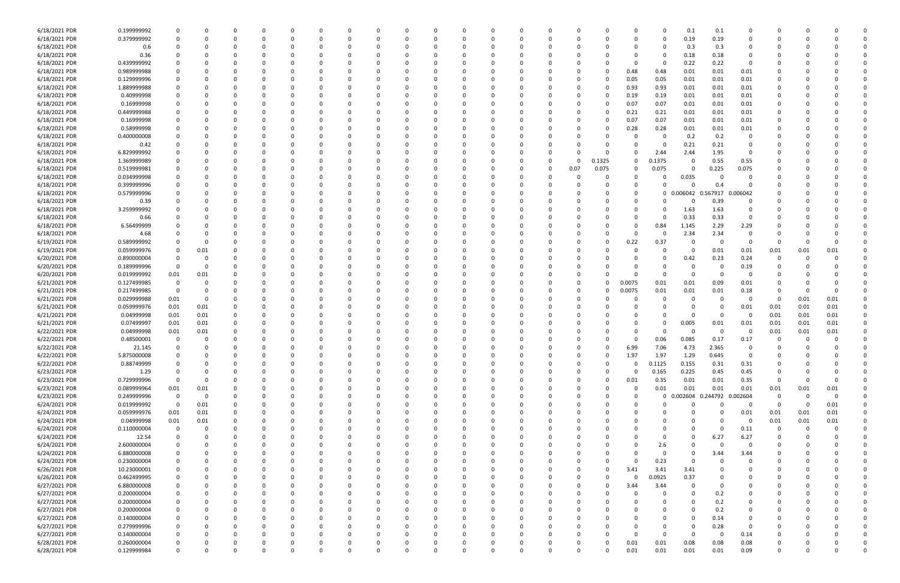| | | | | | | | | | | | | | | | | | | | | | | | | | | | |
|---|---|---|---|---|---|---|---|---|---|---|---|---|---|---|---|---|---|---|---|---|---|---|---|---|---|---|---|
| 6/18/2021 PDR | 0.199999992 | 0 | 0 | 0 | 0 | 0 | 0 | 0 | 0 | 0 | 0 | 0 | 0 | 0 | 0 | 0 | 0 | 0 | 0 | 0.1 | 0.1 | 0 | 0 | 0 | 0 | 0 | 0 |
| 6/18/2021 PDR | 0.379999992 | 0 | 0 | 0 | 0 | 0 | 0 | 0 | 0 | 0 | 0 | 0 | 0 | 0 | 0 | 0 | 0 | 0 | 0 | 0.19 | 0.19 | 0 | 0 | 0 | 0 | 0 | 0 |
| 6/18/2021 PDR | 0.6 | 0 | 0 | 0 | 0 | 0 | 0 | 0 | 0 | 0 | 0 | 0 | 0 | 0 | 0 | 0 | 0 | 0 | 0 | 0.3 | 0.3 | 0 | 0 | 0 | 0 | 0 | 0 |
| 6/18/2021 PDR | 0.36 | 0 | 0 | 0 | 0 | 0 | 0 | 0 | 0 | 0 | 0 | 0 | 0 | 0 | 0 | 0 | 0 | 0 | 0 | 0.18 | 0.18 | 0 | 0 | 0 | 0 | 0 | 0 |
| 6/18/2021 PDR | 0.439999992 | 0 | 0 | 0 | 0 | 0 | 0 | 0 | 0 | 0 | 0 | 0 | 0 | 0 | 0 | 0 | 0 | 0 | 0 | 0.22 | 0.22 | 0 | 0 | 0 | 0 | 0 | 0 |
| 6/18/2021 PDR | 0.989999988 | 0 | 0 | 0 | 0 | 0 | 0 | 0 | 0 | 0 | 0 | 0 | 0 | 0 | 0 | 0 | 0 | 0.48 | 0.48 | 0.01 | 0.01 | 0.01 | 0 | 0 | 0 | 0 | 0 |
| 6/18/2021 PDR | 0.129999996 | 0 | 0 | 0 | 0 | 0 | 0 | 0 | 0 | 0 | 0 | 0 | 0 | 0 | 0 | 0 | 0 | 0.05 | 0.05 | 0.01 | 0.01 | 0.01 | 0 | 0 | 0 | 0 | 0 |
| 6/18/2021 PDR | 1.889999988 | 0 | 0 | 0 | 0 | 0 | 0 | 0 | 0 | 0 | 0 | 0 | 0 | 0 | 0 | 0 | 0 | 0.93 | 0.93 | 0.01 | 0.01 | 0.01 | 0 | 0 | 0 | 0 | 0 |
| 6/18/2021 PDR | 0.40999998 | 0 | 0 | 0 | 0 | 0 | 0 | 0 | 0 | 0 | 0 | 0 | 0 | 0 | 0 | 0 | 0 | 0.19 | 0.19 | 0.01 | 0.01 | 0.01 | 0 | 0 | 0 | 0 | 0 |
| 6/18/2021 PDR | 0.16999998 | 0 | 0 | 0 | 0 | 0 | 0 | 0 | 0 | 0 | 0 | 0 | 0 | 0 | 0 | 0 | 0 | 0.07 | 0.07 | 0.01 | 0.01 | 0.01 | 0 | 0 | 0 | 0 | 0 |
| 6/18/2021 PDR | 0.449999988 | 0 | 0 | 0 | 0 | 0 | 0 | 0 | 0 | 0 | 0 | 0 | 0 | 0 | 0 | 0 | 0 | 0.21 | 0.21 | 0.01 | 0.01 | 0.01 | 0 | 0 | 0 | 0 | 0 |
| 6/18/2021 PDR | 0.16999998 | 0 | 0 | 0 | 0 | 0 | 0 | 0 | 0 | 0 | 0 | 0 | 0 | 0 | 0 | 0 | 0 | 0.07 | 0.07 | 0.01 | 0.01 | 0.01 | 0 | 0 | 0 | 0 | 0 |
| 6/18/2021 PDR | 0.58999998 | 0 | 0 | 0 | 0 | 0 | 0 | 0 | 0 | 0 | 0 | 0 | 0 | 0 | 0 | 0 | 0 | 0.28 | 0.28 | 0.01 | 0.01 | 0.01 | 0 | 0 | 0 | 0 | 0 |
| 6/18/2021 PDR | 0.400000008 | 0 | 0 | 0 | 0 | 0 | 0 | 0 | 0 | 0 | 0 | 0 | 0 | 0 | 0 | 0 | 0 | 0 | 0 | 0.2 | 0.2 | 0 | 0 | 0 | 0 | 0 | 0 |
| 6/18/2021 PDR | 0.42 | 0 | 0 | 0 | 0 | 0 | 0 | 0 | 0 | 0 | 0 | 0 | 0 | 0 | 0 | 0 | 0 | 0 | 0 | 0.21 | 0.21 | 0 | 0 | 0 | 0 | 0 | 0 |
| 6/18/2021 PDR | 6.829999992 | 0 | 0 | 0 | 0 | 0 | 0 | 0 | 0 | 0 | 0 | 0 | 0 | 0 | 0 | 0 | 0 | 0 | 2.44 | 2.44 | 1.95 | 0 | 0 | 0 | 0 | 0 | 0 |
| 6/18/2021 PDR | 1.369999989 | 0 | 0 | 0 | 0 | 0 | 0 | 0 | 0 | 0 | 0 | 0 | 0 | 0 | 0 | 0 | 0.1325 | 0 | 0.1375 | 0 | 0.55 | 0.55 | 0 | 0 | 0 | 0 | 0 |
| 6/18/2021 PDR | 0.519999981 | 0 | 0 | 0 | 0 | 0 | 0 | 0 | 0 | 0 | 0 | 0 | 0 | 0 | 0 | 0.07 | 0.075 | 0 | 0.075 | 0 | 0.225 | 0.075 | 0 | 0 | 0 | 0 | 0 |
| 6/18/2021 PDR | 0.034999998 | 0 | 0 | 0 | 0 | 0 | 0 | 0 | 0 | 0 | 0 | 0 | 0 | 0 | 0 | 0 | 0 | 0 | 0 | 0.035 | 0 | 0 | 0 | 0 | 0 | 0 | 0 |
| 6/18/2021 PDR | 0.399999996 | 0 | 0 | 0 | 0 | 0 | 0 | 0 | 0 | 0 | 0 | 0 | 0 | 0 | 0 | 0 | 0 | 0 | 0 | 0 | 0.4 | 0 | 0 | 0 | 0 | 0 | 0 |
| 6/18/2021 PDR | 0.579999996 | 0 | 0 | 0 | 0 | 0 | 0 | 0 | 0 | 0 | 0 | 0 | 0 | 0 | 0 | 0 | 0 | 0 | 0 | 0.006042 | 0.567917 | 0.006042 | 0 | 0 | 0 | 0 | 0 |
| 6/18/2021 PDR | 0.39 | 0 | 0 | 0 | 0 | 0 | 0 | 0 | 0 | 0 | 0 | 0 | 0 | 0 | 0 | 0 | 0 | 0 | 0 | 0 | 0.39 | 0 | 0 | 0 | 0 | 0 | 0 |
| 6/18/2021 PDR | 3.259999992 | 0 | 0 | 0 | 0 | 0 | 0 | 0 | 0 | 0 | 0 | 0 | 0 | 0 | 0 | 0 | 0 | 0 | 0 | 1.63 | 1.63 | 0 | 0 | 0 | 0 | 0 | 0 |
| 6/18/2021 PDR | 0.66 | 0 | 0 | 0 | 0 | 0 | 0 | 0 | 0 | 0 | 0 | 0 | 0 | 0 | 0 | 0 | 0 | 0 | 0 | 0.33 | 0.33 | 0 | 0 | 0 | 0 | 0 | 0 |
| 6/18/2021 PDR | 6.56499999 | 0 | 0 | 0 | 0 | 0 | 0 | 0 | 0 | 0 | 0 | 0 | 0 | 0 | 0 | 0 | 0 | 0 | 0.84 | 1.145 | 2.29 | 2.29 | 0 | 0 | 0 | 0 | 0 |
| 6/18/2021 PDR | 4.68 | 0 | 0 | 0 | 0 | 0 | 0 | 0 | 0 | 0 | 0 | 0 | 0 | 0 | 0 | 0 | 0 | 0 | 0 | 2.34 | 2.34 | 0 | 0 | 0 | 0 | 0 | 0 |
| 6/19/2021 PDR | 0.589999992 | 0 | 0 | 0 | 0 | 0 | 0 | 0 | 0 | 0 | 0 | 0 | 0 | 0 | 0 | 0 | 0 | 0.22 | 0.37 | 0 | 0 | 0 | 0 | 0 | 0 | 0 | 0 |
| 6/19/2021 PDR | 0.059999976 | 0 | 0.01 | 0 | 0 | 0 | 0 | 0 | 0 | 0 | 0 | 0 | 0 | 0 | 0 | 0 | 0 | 0 | 0 | 0 | 0.01 | 0.01 | 0.01 | 0.01 | 0.01 | 0 | 0 |
| 6/20/2021 PDR | 0.890000004 | 0 | 0 | 0 | 0 | 0 | 0 | 0 | 0 | 0 | 0 | 0 | 0 | 0 | 0 | 0 | 0 | 0 | 0 | 0.42 | 0.23 | 0.24 | 0 | 0 | 0 | 0 | 0 |
| 6/20/2021 PDR | 0.189999996 | 0 | 0 | 0 | 0 | 0 | 0 | 0 | 0 | 0 | 0 | 0 | 0 | 0 | 0 | 0 | 0 | 0 | 0 | 0 | 0 | 0.19 | 0 | 0 | 0 | 0 | 0 |
| 6/20/2021 PDR | 0.019999992 | 0.01 | 0.01 | 0 | 0 | 0 | 0 | 0 | 0 | 0 | 0 | 0 | 0 | 0 | 0 | 0 | 0 | 0 | 0 | 0 | 0 | 0 | 0 | 0 | 0 | 0 | 0 |
| 6/21/2021 PDR | 0.127499985 | 0 | 0 | 0 | 0 | 0 | 0 | 0 | 0 | 0 | 0 | 0 | 0 | 0 | 0 | 0 | 0 | 0.0075 | 0.01 | 0.01 | 0.09 | 0.01 | 0 | 0 | 0 | 0 | 0 |
| 6/21/2021 PDR | 0.217499985 | 0 | 0 | 0 | 0 | 0 | 0 | 0 | 0 | 0 | 0 | 0 | 0 | 0 | 0 | 0 | 0 | 0.0075 | 0.01 | 0.01 | 0.01 | 0.18 | 0 | 0 | 0 | 0 | 0 |
| 6/21/2021 PDR | 0.029999988 | 0.01 | 0 | 0 | 0 | 0 | 0 | 0 | 0 | 0 | 0 | 0 | 0 | 0 | 0 | 0 | 0 | 0 | 0 | 0 | 0 | 0 | 0 | 0.01 | 0.01 | 0 | 0 |
| 6/21/2021 PDR | 0.059999976 | 0.01 | 0.01 | 0 | 0 | 0 | 0 | 0 | 0 | 0 | 0 | 0 | 0 | 0 | 0 | 0 | 0 | 0 | 0 | 0 | 0 | 0.01 | 0.01 | 0.01 | 0.01 | 0 | 0 |
| 6/21/2021 PDR | 0.04999998 | 0.01 | 0.01 | 0 | 0 | 0 | 0 | 0 | 0 | 0 | 0 | 0 | 0 | 0 | 0 | 0 | 0 | 0 | 0 | 0 | 0 | 0 | 0.01 | 0.01 | 0.01 | 0 | 0 |
| 6/21/2021 PDR | 0.07499997 | 0.01 | 0.01 | 0 | 0 | 0 | 0 | 0 | 0 | 0 | 0 | 0 | 0 | 0 | 0 | 0 | 0 | 0 | 0 | 0.005 | 0.01 | 0.01 | 0.01 | 0.01 | 0.01 | 0 | 0 |
| 6/22/2021 PDR | 0.04999998 | 0.01 | 0.01 | 0 | 0 | 0 | 0 | 0 | 0 | 0 | 0 | 0 | 0 | 0 | 0 | 0 | 0 | 0 | 0 | 0 | 0 | 0 | 0.01 | 0.01 | 0.01 | 0 | 0 |
| 6/22/2021 PDR | 0.48500001 | 0 | 0 | 0 | 0 | 0 | 0 | 0 | 0 | 0 | 0 | 0 | 0 | 0 | 0 | 0 | 0 | 0 | 0.06 | 0.085 | 0.17 | 0.17 | 0 | 0 | 0 | 0 | 0 |
| 6/22/2021 PDR | 21.145 | 0 | 0 | 0 | 0 | 0 | 0 | 0 | 0 | 0 | 0 | 0 | 0 | 0 | 0 | 0 | 0 | 6.99 | 7.06 | 4.73 | 2.365 | 0 | 0 | 0 | 0 | 0 | 0 |
| 6/22/2021 PDR | 5.875000008 | 0 | 0 | 0 | 0 | 0 | 0 | 0 | 0 | 0 | 0 | 0 | 0 | 0 | 0 | 0 | 0 | 1.97 | 1.97 | 1.29 | 0.645 | 0 | 0 | 0 | 0 | 0 | 0 |
| 6/22/2021 PDR | 0.88749999 | 0 | 0 | 0 | 0 | 0 | 0 | 0 | 0 | 0 | 0 | 0 | 0 | 0 | 0 | 0 | 0 | 0 | 0.1125 | 0.155 | 0.31 | 0.31 | 0 | 0 | 0 | 0 | 0 |
| 6/23/2021 PDR | 1.29 | 0 | 0 | 0 | 0 | 0 | 0 | 0 | 0 | 0 | 0 | 0 | 0 | 0 | 0 | 0 | 0 | 0 | 0.165 | 0.225 | 0.45 | 0.45 | 0 | 0 | 0 | 0 | 0 |
| 6/23/2021 PDR | 0.729999996 | 0 | 0 | 0 | 0 | 0 | 0 | 0 | 0 | 0 | 0 | 0 | 0 | 0 | 0 | 0 | 0 | 0.01 | 0.35 | 0.01 | 0.01 | 0.35 | 0 | 0 | 0 | 0 | 0 |
| 6/23/2021 PDR | 0.089999964 | 0.01 | 0.01 | 0 | 0 | 0 | 0 | 0 | 0 | 0 | 0 | 0 | 0 | 0 | 0 | 0 | 0 | 0 | 0.01 | 0.01 | 0.01 | 0.01 | 0.01 | 0.01 | 0.01 | 0 | 0 |
| 6/23/2021 PDR | 0.249999996 | 0 | 0 | 0 | 0 | 0 | 0 | 0 | 0 | 0 | 0 | 0 | 0 | 0 | 0 | 0 | 0 | 0 | 0 | 0.002604 | 0.244792 | 0.002604 | 0 | 0 | 0 | 0 | 0 |
| 6/24/2021 PDR | 0.019999992 | 0 | 0.01 | 0 | 0 | 0 | 0 | 0 | 0 | 0 | 0 | 0 | 0 | 0 | 0 | 0 | 0 | 0 | 0 | 0 | 0 | 0 | 0 | 0 | 0.01 | 0 | 0 |
| 6/24/2021 PDR | 0.059999976 | 0.01 | 0.01 | 0 | 0 | 0 | 0 | 0 | 0 | 0 | 0 | 0 | 0 | 0 | 0 | 0 | 0 | 0 | 0 | 0 | 0 | 0.01 | 0.01 | 0.01 | 0.01 | 0 | 0 |
| 6/24/2021 PDR | 0.04999998 | 0.01 | 0.01 | 0 | 0 | 0 | 0 | 0 | 0 | 0 | 0 | 0 | 0 | 0 | 0 | 0 | 0 | 0 | 0 | 0 | 0 | 0 | 0.01 | 0.01 | 0.01 | 0 | 0 |
| 6/24/2021 PDR | 0.110000004 | 0 | 0 | 0 | 0 | 0 | 0 | 0 | 0 | 0 | 0 | 0 | 0 | 0 | 0 | 0 | 0 | 0 | 0 | 0 | 0 | 0.11 | 0 | 0 | 0 | 0 | 0 |
| 6/24/2021 PDR | 12.54 | 0 | 0 | 0 | 0 | 0 | 0 | 0 | 0 | 0 | 0 | 0 | 0 | 0 | 0 | 0 | 0 | 0 | 0 | 0 | 6.27 | 6.27 | 0 | 0 | 0 | 0 | 0 |
| 6/24/2021 PDR | 2.600000004 | 0 | 0 | 0 | 0 | 0 | 0 | 0 | 0 | 0 | 0 | 0 | 0 | 0 | 0 | 0 | 0 | 0 | 2.6 | 0 | 0 | 0 | 0 | 0 | 0 | 0 | 0 |
| 6/24/2021 PDR | 6.880000008 | 0 | 0 | 0 | 0 | 0 | 0 | 0 | 0 | 0 | 0 | 0 | 0 | 0 | 0 | 0 | 0 | 0 | 0 | 0 | 3.44 | 3.44 | 0 | 0 | 0 | 0 | 0 |
| 6/24/2021 PDR | 0.230000004 | 0 | 0 | 0 | 0 | 0 | 0 | 0 | 0 | 0 | 0 | 0 | 0 | 0 | 0 | 0 | 0 | 0 | 0.23 | 0 | 0 | 0 | 0 | 0 | 0 | 0 | 0 |
| 6/26/2021 PDR | 10.23000001 | 0 | 0 | 0 | 0 | 0 | 0 | 0 | 0 | 0 | 0 | 0 | 0 | 0 | 0 | 0 | 0 | 3.41 | 3.41 | 3.41 | 0 | 0 | 0 | 0 | 0 | 0 | 0 |
| 6/26/2021 PDR | 0.462499995 | 0 | 0 | 0 | 0 | 0 | 0 | 0 | 0 | 0 | 0 | 0 | 0 | 0 | 0 | 0 | 0 | 0 | 0.0925 | 0.37 | 0 | 0 | 0 | 0 | 0 | 0 | 0 |
| 6/27/2021 PDR | 6.880000008 | 0 | 0 | 0 | 0 | 0 | 0 | 0 | 0 | 0 | 0 | 0 | 0 | 0 | 0 | 0 | 0 | 3.44 | 3.44 | 0 | 0 | 0 | 0 | 0 | 0 | 0 | 0 |
| 6/27/2021 PDR | 0.200000004 | 0 | 0 | 0 | 0 | 0 | 0 | 0 | 0 | 0 | 0 | 0 | 0 | 0 | 0 | 0 | 0 | 0 | 0 | 0 | 0.2 | 0 | 0 | 0 | 0 | 0 | 0 |
| 6/27/2021 PDR | 0.200000004 | 0 | 0 | 0 | 0 | 0 | 0 | 0 | 0 | 0 | 0 | 0 | 0 | 0 | 0 | 0 | 0 | 0 | 0 | 0 | 0.2 | 0 | 0 | 0 | 0 | 0 | 0 |
| 6/27/2021 PDR | 0.200000004 | 0 | 0 | 0 | 0 | 0 | 0 | 0 | 0 | 0 | 0 | 0 | 0 | 0 | 0 | 0 | 0 | 0 | 0 | 0 | 0.2 | 0 | 0 | 0 | 0 | 0 | 0 |
| 6/27/2021 PDR | 0.140000004 | 0 | 0 | 0 | 0 | 0 | 0 | 0 | 0 | 0 | 0 | 0 | 0 | 0 | 0 | 0 | 0 | 0 | 0 | 0 | 0.14 | 0 | 0 | 0 | 0 | 0 | 0 |
| 6/27/2021 PDR | 0.279999996 | 0 | 0 | 0 | 0 | 0 | 0 | 0 | 0 | 0 | 0 | 0 | 0 | 0 | 0 | 0 | 0 | 0 | 0 | 0 | 0.28 | 0 | 0 | 0 | 0 | 0 | 0 |
| 6/27/2021 PDR | 0.140000004 | 0 | 0 | 0 | 0 | 0 | 0 | 0 | 0 | 0 | 0 | 0 | 0 | 0 | 0 | 0 | 0 | 0 | 0 | 0 | 0 | 0.14 | 0 | 0 | 0 | 0 | 0 |
| 6/28/2021 PDR | 0.260000004 | 0 | 0 | 0 | 0 | 0 | 0 | 0 | 0 | 0 | 0 | 0 | 0 | 0 | 0 | 0 | 0 | 0.01 | 0.01 | 0.08 | 0.08 | 0.08 | 0 | 0 | 0 | 0 | 0 |
| 6/28/2021 PDR | 0.129999984 | 0 | 0 | 0 | 0 | 0 | 0 | 0 | 0 | 0 | 0 | 0 | 0 | 0 | 0 | 0 | 0 | 0.01 | 0.01 | 0.01 | 0.01 | 0.09 | 0 | 0 | 0 | 0 | 0 |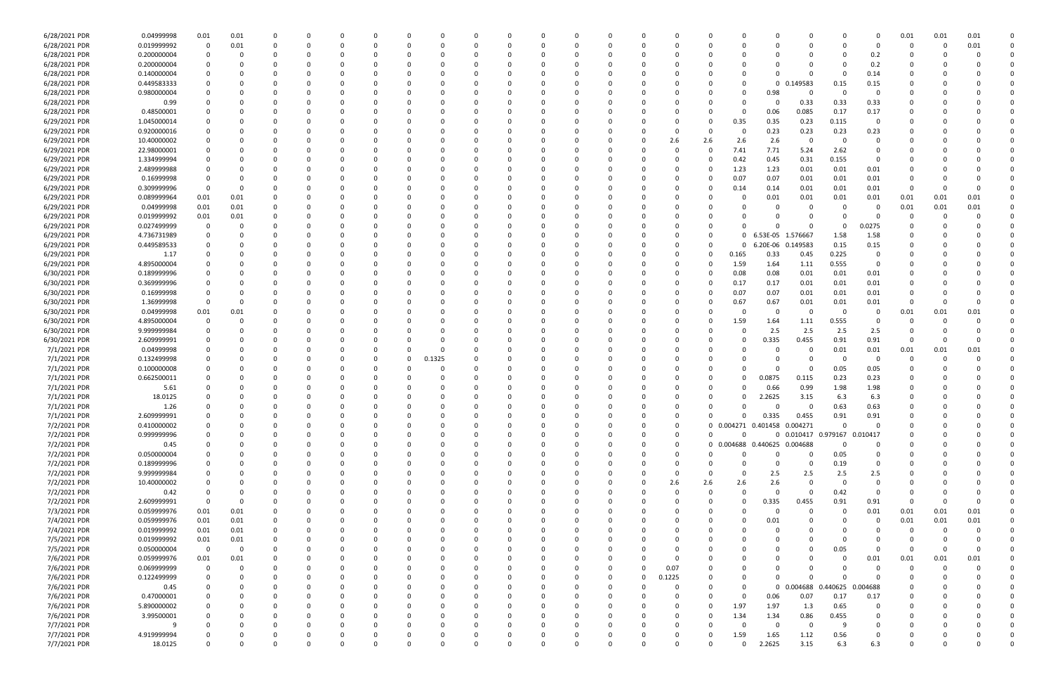| | | | | | | | | | | | | | | | | | | | | | | | | | |
|---|---|---|---|---|---|---|---|---|---|---|---|---|---|---|---|---|---|---|---|---|---|---|---|---|---|
| 6/28/2021 PDR | 0.04999998 | 0.01 | 0.01 | 0 | 0 | 0 | 0 | 0 | 0 | 0 | 0 | 0 | 0 | 0 | 0 | 0 | 0 | 0 | 0 | 0 | 0 | 0.01 | 0.01 | 0.01 | 0 |
| 6/28/2021 PDR | 0.019999992 | 0 | 0.01 | 0 | 0 | 0 | 0 | 0 | 0 | 0 | 0 | 0 | 0 | 0 | 0 | 0 | 0 | 0 | 0 | 0 | 0 | 0 | 0 | 0.01 | 0 |
| 6/28/2021 PDR | 0.200000004 | 0 | 0 | 0 | 0 | 0 | 0 | 0 | 0 | 0 | 0 | 0 | 0 | 0 | 0 | 0 | 0 | 0 | 0 | 0 | 0.2 | 0 | 0 | 0 | 0 |
| 6/28/2021 PDR | 0.200000004 | 0 | 0 | 0 | 0 | 0 | 0 | 0 | 0 | 0 | 0 | 0 | 0 | 0 | 0 | 0 | 0 | 0 | 0 | 0 | 0.2 | 0 | 0 | 0 | 0 |
| 6/28/2021 PDR | 0.140000004 | 0 | 0 | 0 | 0 | 0 | 0 | 0 | 0 | 0 | 0 | 0 | 0 | 0 | 0 | 0 | 0 | 0 | 0 | 0 | 0.14 | 0 | 0 | 0 | 0 |
| 6/28/2021 PDR | 0.449583333 | 0 | 0 | 0 | 0 | 0 | 0 | 0 | 0 | 0 | 0 | 0 | 0 | 0 | 0 | 0 | 0 | 0 | 0.149583 | 0.15 | 0.15 | 0 | 0 | 0 | 0 |
| 6/28/2021 PDR | 0.980000004 | 0 | 0 | 0 | 0 | 0 | 0 | 0 | 0 | 0 | 0 | 0 | 0 | 0 | 0 | 0 | 0 | 0.98 | 0 | 0 | 0 | 0 | 0 | 0 | 0 |
| 6/28/2021 PDR | 0.99 | 0 | 0 | 0 | 0 | 0 | 0 | 0 | 0 | 0 | 0 | 0 | 0 | 0 | 0 | 0 | 0 | 0 | 0.33 | 0.33 | 0.33 | 0 | 0 | 0 | 0 |
| 6/28/2021 PDR | 0.48500001 | 0 | 0 | 0 | 0 | 0 | 0 | 0 | 0 | 0 | 0 | 0 | 0 | 0 | 0 | 0 | 0 | 0.06 | 0.085 | 0.17 | 0.17 | 0 | 0 | 0 | 0 |
| 6/29/2021 PDR | 1.045000014 | 0 | 0 | 0 | 0 | 0 | 0 | 0 | 0 | 0 | 0 | 0 | 0 | 0 | 0 | 0 | 0.35 | 0.35 | 0.23 | 0.115 | 0 | 0 | 0 | 0 | 0 |
| 6/29/2021 PDR | 0.920000016 | 0 | 0 | 0 | 0 | 0 | 0 | 0 | 0 | 0 | 0 | 0 | 0 | 0 | 0 | 0 | 0 | 0.23 | 0.23 | 0.23 | 0.23 | 0 | 0 | 0 | 0 |
| 6/29/2021 PDR | 10.40000002 | 0 | 0 | 0 | 0 | 0 | 0 | 0 | 0 | 0 | 0 | 0 | 0 | 0 | 2.6 | 2.6 | 2.6 | 2.6 | 0 | 0 | 0 | 0 | 0 | 0 | 0 |
| 6/29/2021 PDR | 22.98000001 | 0 | 0 | 0 | 0 | 0 | 0 | 0 | 0 | 0 | 0 | 0 | 0 | 0 | 0 | 0 | 7.41 | 7.71 | 5.24 | 2.62 | 0 | 0 | 0 | 0 | 0 |
| 6/29/2021 PDR | 1.334999994 | 0 | 0 | 0 | 0 | 0 | 0 | 0 | 0 | 0 | 0 | 0 | 0 | 0 | 0 | 0 | 0.42 | 0.45 | 0.31 | 0.155 | 0 | 0 | 0 | 0 | 0 |
| 6/29/2021 PDR | 2.489999988 | 0 | 0 | 0 | 0 | 0 | 0 | 0 | 0 | 0 | 0 | 0 | 0 | 0 | 0 | 0 | 1.23 | 1.23 | 0.01 | 0.01 | 0.01 | 0 | 0 | 0 | 0 |
| 6/29/2021 PDR | 0.16999998 | 0 | 0 | 0 | 0 | 0 | 0 | 0 | 0 | 0 | 0 | 0 | 0 | 0 | 0 | 0 | 0.07 | 0.07 | 0.01 | 0.01 | 0.01 | 0 | 0 | 0 | 0 |
| 6/29/2021 PDR | 0.309999996 | 0 | 0 | 0 | 0 | 0 | 0 | 0 | 0 | 0 | 0 | 0 | 0 | 0 | 0 | 0 | 0.14 | 0.14 | 0.01 | 0.01 | 0.01 | 0 | 0 | 0 | 0 |
| 6/29/2021 PDR | 0.089999964 | 0.01 | 0.01 | 0 | 0 | 0 | 0 | 0 | 0 | 0 | 0 | 0 | 0 | 0 | 0 | 0 | 0 | 0.01 | 0.01 | 0.01 | 0.01 | 0.01 | 0.01 | 0.01 | 0 |
| 6/29/2021 PDR | 0.04999998 | 0.01 | 0.01 | 0 | 0 | 0 | 0 | 0 | 0 | 0 | 0 | 0 | 0 | 0 | 0 | 0 | 0 | 0 | 0 | 0 | 0 | 0.01 | 0.01 | 0.01 | 0 |
| 6/29/2021 PDR | 0.019999992 | 0.01 | 0.01 | 0 | 0 | 0 | 0 | 0 | 0 | 0 | 0 | 0 | 0 | 0 | 0 | 0 | 0 | 0 | 0 | 0 | 0 | 0 | 0 | 0 | 0 |
| 6/29/2021 PDR | 0.027499999 | 0 | 0 | 0 | 0 | 0 | 0 | 0 | 0 | 0 | 0 | 0 | 0 | 0 | 0 | 0 | 0 | 0 | 0 | 0 | 0.0275 | 0 | 0 | 0 | 0 |
| 6/29/2021 PDR | 4.736731989 | 0 | 0 | 0 | 0 | 0 | 0 | 0 | 0 | 0 | 0 | 0 | 0 | 0 | 0 | 0 | 0 | 6.53E-05 | 1.576667 | 1.58 | 1.58 | 0 | 0 | 0 | 0 |
| 6/29/2021 PDR | 0.449589533 | 0 | 0 | 0 | 0 | 0 | 0 | 0 | 0 | 0 | 0 | 0 | 0 | 0 | 0 | 0 | 0 | 6.20E-06 | 0.149583 | 0.15 | 0.15 | 0 | 0 | 0 | 0 |
| 6/29/2021 PDR | 1.17 | 0 | 0 | 0 | 0 | 0 | 0 | 0 | 0 | 0 | 0 | 0 | 0 | 0 | 0 | 0 | 0.165 | 0.33 | 0.45 | 0.225 | 0 | 0 | 0 | 0 | 0 |
| 6/29/2021 PDR | 4.895000004 | 0 | 0 | 0 | 0 | 0 | 0 | 0 | 0 | 0 | 0 | 0 | 0 | 0 | 0 | 0 | 1.59 | 1.64 | 1.11 | 0.555 | 0 | 0 | 0 | 0 | 0 |
| 6/30/2021 PDR | 0.189999996 | 0 | 0 | 0 | 0 | 0 | 0 | 0 | 0 | 0 | 0 | 0 | 0 | 0 | 0 | 0 | 0.08 | 0.08 | 0.01 | 0.01 | 0.01 | 0 | 0 | 0 | 0 |
| 6/30/2021 PDR | 0.369999996 | 0 | 0 | 0 | 0 | 0 | 0 | 0 | 0 | 0 | 0 | 0 | 0 | 0 | 0 | 0 | 0.17 | 0.17 | 0.01 | 0.01 | 0.01 | 0 | 0 | 0 | 0 |
| 6/30/2021 PDR | 0.16999998 | 0 | 0 | 0 | 0 | 0 | 0 | 0 | 0 | 0 | 0 | 0 | 0 | 0 | 0 | 0 | 0.07 | 0.07 | 0.01 | 0.01 | 0.01 | 0 | 0 | 0 | 0 |
| 6/30/2021 PDR | 1.36999998 | 0 | 0 | 0 | 0 | 0 | 0 | 0 | 0 | 0 | 0 | 0 | 0 | 0 | 0 | 0 | 0.67 | 0.67 | 0.01 | 0.01 | 0.01 | 0 | 0 | 0 | 0 |
| 6/30/2021 PDR | 0.04999998 | 0.01 | 0.01 | 0 | 0 | 0 | 0 | 0 | 0 | 0 | 0 | 0 | 0 | 0 | 0 | 0 | 0 | 0 | 0 | 0 | 0 | 0.01 | 0.01 | 0.01 | 0 |
| 6/30/2021 PDR | 4.895000004 | 0 | 0 | 0 | 0 | 0 | 0 | 0 | 0 | 0 | 0 | 0 | 0 | 0 | 0 | 0 | 1.59 | 1.64 | 1.11 | 0.555 | 0 | 0 | 0 | 0 | 0 |
| 6/30/2021 PDR | 9.999999984 | 0 | 0 | 0 | 0 | 0 | 0 | 0 | 0 | 0 | 0 | 0 | 0 | 0 | 0 | 0 | 0 | 2.5 | 2.5 | 2.5 | 2.5 | 0 | 0 | 0 | 0 |
| 6/30/2021 PDR | 2.609999991 | 0 | 0 | 0 | 0 | 0 | 0 | 0 | 0 | 0 | 0 | 0 | 0 | 0 | 0 | 0 | 0 | 0.335 | 0.455 | 0.91 | 0.91 | 0 | 0 | 0 | 0 |
| 7/1/2021 PDR | 0.04999998 | 0 | 0 | 0 | 0 | 0 | 0 | 0 | 0 | 0 | 0 | 0 | 0 | 0 | 0 | 0 | 0 | 0 | 0 | 0.01 | 0.01 | 0.01 | 0.01 | 0.01 | 0 |
| 7/1/2021 PDR | 0.132499998 | 0 | 0 | 0 | 0 | 0 | 0 | 0 | 0.1325 | 0 | 0 | 0 | 0 | 0 | 0 | 0 | 0 | 0 | 0 | 0 | 0 | 0 | 0 | 0 | 0 |
| 7/1/2021 PDR | 0.100000008 | 0 | 0 | 0 | 0 | 0 | 0 | 0 | 0 | 0 | 0 | 0 | 0 | 0 | 0 | 0 | 0 | 0 | 0 | 0.05 | 0.05 | 0 | 0 | 0 | 0 |
| 7/1/2021 PDR | 0.662500011 | 0 | 0 | 0 | 0 | 0 | 0 | 0 | 0 | 0 | 0 | 0 | 0 | 0 | 0 | 0 | 0 | 0.0875 | 0.115 | 0.23 | 0.23 | 0 | 0 | 0 | 0 |
| 7/1/2021 PDR | 5.61 | 0 | 0 | 0 | 0 | 0 | 0 | 0 | 0 | 0 | 0 | 0 | 0 | 0 | 0 | 0 | 0 | 0.66 | 0.99 | 1.98 | 1.98 | 0 | 0 | 0 | 0 |
| 7/1/2021 PDR | 18.0125 | 0 | 0 | 0 | 0 | 0 | 0 | 0 | 0 | 0 | 0 | 0 | 0 | 0 | 0 | 0 | 0 | 2.2625 | 3.15 | 6.3 | 6.3 | 0 | 0 | 0 | 0 |
| 7/1/2021 PDR | 1.26 | 0 | 0 | 0 | 0 | 0 | 0 | 0 | 0 | 0 | 0 | 0 | 0 | 0 | 0 | 0 | 0 | 0 | 0 | 0.63 | 0.63 | 0 | 0 | 0 | 0 |
| 7/1/2021 PDR | 2.609999991 | 0 | 0 | 0 | 0 | 0 | 0 | 0 | 0 | 0 | 0 | 0 | 0 | 0 | 0 | 0 | 0 | 0.335 | 0.455 | 0.91 | 0.91 | 0 | 0 | 0 | 0 |
| 7/2/2021 PDR | 0.410000002 | 0 | 0 | 0 | 0 | 0 | 0 | 0 | 0 | 0 | 0 | 0 | 0 | 0 | 0 | 0 | 0.004271 | 0.401458 | 0.004271 | 0 | 0 | 0 | 0 | 0 | 0 |
| 7/2/2021 PDR | 0.999999996 | 0 | 0 | 0 | 0 | 0 | 0 | 0 | 0 | 0 | 0 | 0 | 0 | 0 | 0 | 0 | 0 | 0 | 0.010417 | 0.979167 | 0.010417 | 0 | 0 | 0 | 0 |
| 7/2/2021 PDR | 0.45 | 0 | 0 | 0 | 0 | 0 | 0 | 0 | 0 | 0 | 0 | 0 | 0 | 0 | 0 | 0 | 0.004688 | 0.440625 | 0.004688 | 0 | 0 | 0 | 0 | 0 | 0 |
| 7/2/2021 PDR | 0.050000004 | 0 | 0 | 0 | 0 | 0 | 0 | 0 | 0 | 0 | 0 | 0 | 0 | 0 | 0 | 0 | 0 | 0 | 0 | 0.05 | 0 | 0 | 0 | 0 | 0 |
| 7/2/2021 PDR | 0.189999996 | 0 | 0 | 0 | 0 | 0 | 0 | 0 | 0 | 0 | 0 | 0 | 0 | 0 | 0 | 0 | 0 | 0 | 0 | 0.19 | 0 | 0 | 0 | 0 | 0 |
| 7/2/2021 PDR | 9.999999984 | 0 | 0 | 0 | 0 | 0 | 0 | 0 | 0 | 0 | 0 | 0 | 0 | 0 | 0 | 0 | 0 | 2.5 | 2.5 | 2.5 | 2.5 | 0 | 0 | 0 | 0 |
| 7/2/2021 PDR | 10.40000002 | 0 | 0 | 0 | 0 | 0 | 0 | 0 | 0 | 0 | 0 | 0 | 0 | 0 | 2.6 | 2.6 | 2.6 | 2.6 | 0 | 0 | 0 | 0 | 0 | 0 | 0 |
| 7/2/2021 PDR | 0.42 | 0 | 0 | 0 | 0 | 0 | 0 | 0 | 0 | 0 | 0 | 0 | 0 | 0 | 0 | 0 | 0 | 0 | 0 | 0.42 | 0 | 0 | 0 | 0 | 0 |
| 7/2/2021 PDR | 2.609999991 | 0 | 0 | 0 | 0 | 0 | 0 | 0 | 0 | 0 | 0 | 0 | 0 | 0 | 0 | 0 | 0 | 0.335 | 0.455 | 0.91 | 0.91 | 0 | 0 | 0 | 0 |
| 7/3/2021 PDR | 0.059999976 | 0.01 | 0.01 | 0 | 0 | 0 | 0 | 0 | 0 | 0 | 0 | 0 | 0 | 0 | 0 | 0 | 0 | 0 | 0 | 0 | 0.01 | 0.01 | 0.01 | 0.01 | 0 |
| 7/4/2021 PDR | 0.059999976 | 0.01 | 0.01 | 0 | 0 | 0 | 0 | 0 | 0 | 0 | 0 | 0 | 0 | 0 | 0 | 0 | 0 | 0.01 | 0 | 0 | 0 | 0.01 | 0.01 | 0.01 | 0 |
| 7/4/2021 PDR | 0.019999992 | 0.01 | 0.01 | 0 | 0 | 0 | 0 | 0 | 0 | 0 | 0 | 0 | 0 | 0 | 0 | 0 | 0 | 0 | 0 | 0 | 0 | 0 | 0 | 0 | 0 |
| 7/5/2021 PDR | 0.019999992 | 0.01 | 0.01 | 0 | 0 | 0 | 0 | 0 | 0 | 0 | 0 | 0 | 0 | 0 | 0 | 0 | 0 | 0 | 0 | 0 | 0 | 0 | 0 | 0 | 0 |
| 7/5/2021 PDR | 0.050000004 | 0 | 0 | 0 | 0 | 0 | 0 | 0 | 0 | 0 | 0 | 0 | 0 | 0 | 0 | 0 | 0 | 0 | 0 | 0.05 | 0 | 0 | 0 | 0 | 0 |
| 7/6/2021 PDR | 0.059999976 | 0.01 | 0.01 | 0 | 0 | 0 | 0 | 0 | 0 | 0 | 0 | 0 | 0 | 0 | 0 | 0 | 0 | 0 | 0 | 0 | 0.01 | 0.01 | 0.01 | 0.01 | 0 |
| 7/6/2021 PDR | 0.069999999 | 0 | 0 | 0 | 0 | 0 | 0 | 0 | 0 | 0 | 0 | 0 | 0 | 0 | 0.07 | 0 | 0 | 0 | 0 | 0 | 0 | 0 | 0 | 0 | 0 |
| 7/6/2021 PDR | 0.122499999 | 0 | 0 | 0 | 0 | 0 | 0 | 0 | 0 | 0 | 0 | 0 | 0 | 0 | 0.1225 | 0 | 0 | 0 | 0 | 0 | 0 | 0 | 0 | 0 | 0 |
| 7/6/2021 PDR | 0.45 | 0 | 0 | 0 | 0 | 0 | 0 | 0 | 0 | 0 | 0 | 0 | 0 | 0 | 0 | 0 | 0 | 0 | 0.004688 | 0.440625 | 0.004688 | 0 | 0 | 0 | 0 |
| 7/6/2021 PDR | 0.47000001 | 0 | 0 | 0 | 0 | 0 | 0 | 0 | 0 | 0 | 0 | 0 | 0 | 0 | 0 | 0 | 0 | 0.06 | 0.07 | 0.17 | 0.17 | 0 | 0 | 0 | 0 |
| 7/6/2021 PDR | 5.890000002 | 0 | 0 | 0 | 0 | 0 | 0 | 0 | 0 | 0 | 0 | 0 | 0 | 0 | 0 | 0 | 1.97 | 1.97 | 1.3 | 0.65 | 0 | 0 | 0 | 0 | 0 |
| 7/6/2021 PDR | 3.99500001 | 0 | 0 | 0 | 0 | 0 | 0 | 0 | 0 | 0 | 0 | 0 | 0 | 0 | 0 | 0 | 1.34 | 1.34 | 0.86 | 0.455 | 0 | 0 | 0 | 0 | 0 |
| 7/7/2021 PDR | 9 | 0 | 0 | 0 | 0 | 0 | 0 | 0 | 0 | 0 | 0 | 0 | 0 | 0 | 0 | 0 | 0 | 0 | 0 | 9 | 0 | 0 | 0 | 0 | 0 |
| 7/7/2021 PDR | 4.919999994 | 0 | 0 | 0 | 0 | 0 | 0 | 0 | 0 | 0 | 0 | 0 | 0 | 0 | 0 | 0 | 1.59 | 1.65 | 1.12 | 0.56 | 0 | 0 | 0 | 0 | 0 |
| 7/7/2021 PDR | 18.0125 | 0 | 0 | 0 | 0 | 0 | 0 | 0 | 0 | 0 | 0 | 0 | 0 | 0 | 0 | 0 | 0 | 2.2625 | 3.15 | 6.3 | 6.3 | 0 | 0 | 0 | 0 |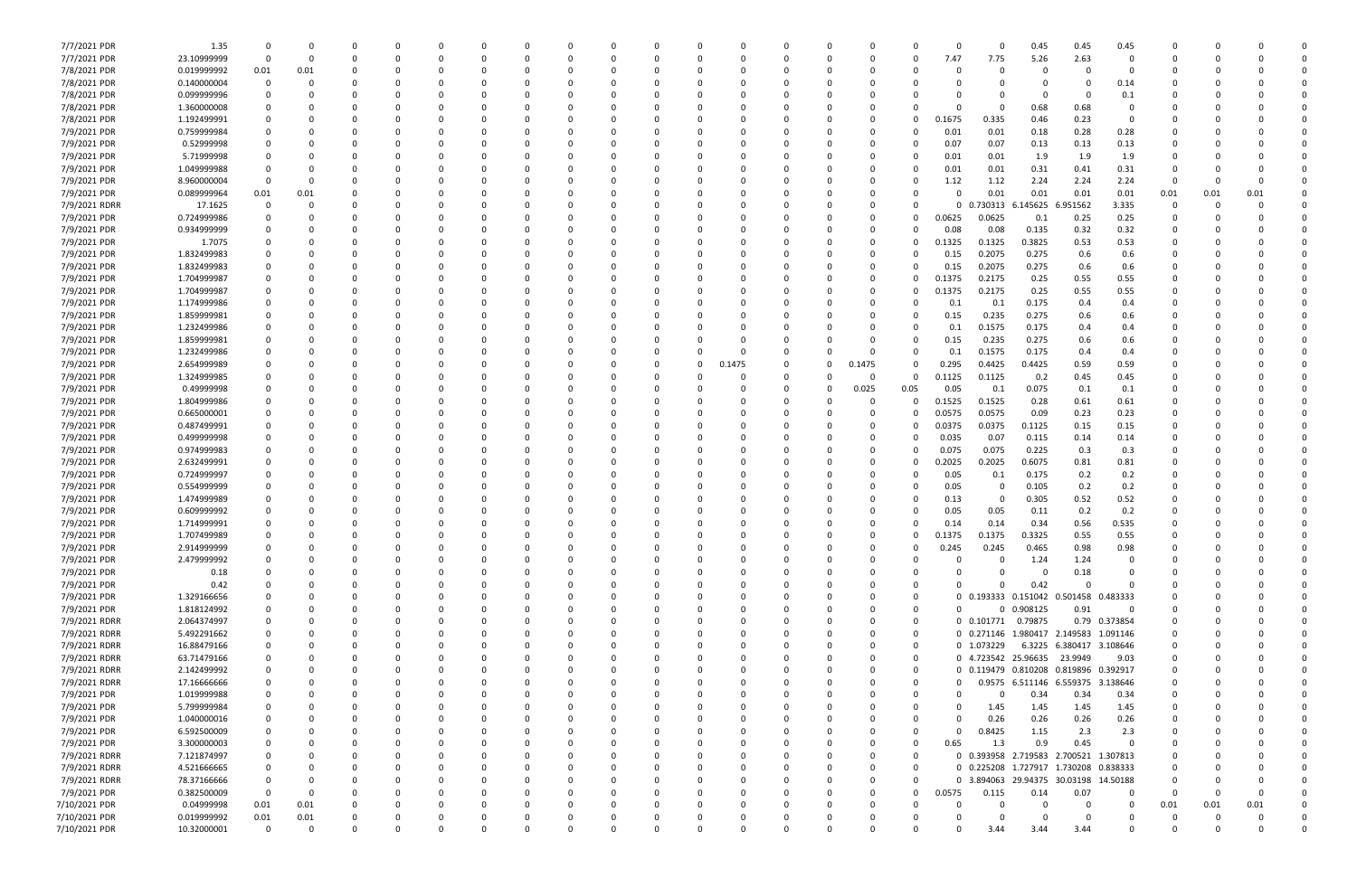| | | | | | | | | | | | | | | | | | | | | | | | | | | | |
|---|---|---|---|---|---|---|---|---|---|---|---|---|---|---|---|---|---|---|---|---|---|---|---|---|---|---|---|
| 7/7/2021 PDR | 1.35 | 0 | 0 | 0 | 0 | 0 | 0 | 0 | 0 | 0 | 0 | 0 | 0 | 0 | 0 | 0 | 0 | 0 | 0 | 0 | 0.45 | 0.45 | 0.45 | 0 | 0 | 0 | 0 |
| 7/7/2021 PDR | 23.10999999 | 0 | 0 | 0 | 0 | 0 | 0 | 0 | 0 | 0 | 0 | 0 | 0 | 0 | 0 | 0 | 0 | 0 | 7.47 | 7.75 | 5.26 | 2.63 | 0 | 0 | 0 | 0 | 0 |
| 7/8/2021 PDR | 0.019999992 | 0.01 | 0.01 | 0 | 0 | 0 | 0 | 0 | 0 | 0 | 0 | 0 | 0 | 0 | 0 | 0 | 0 | 0 | 0 | 0 | 0 | 0 | 0 | 0 | 0 | 0 | 0 |
| 7/8/2021 PDR | 0.140000004 | 0 | 0 | 0 | 0 | 0 | 0 | 0 | 0 | 0 | 0 | 0 | 0 | 0 | 0 | 0 | 0 | 0 | 0 | 0 | 0 | 0 | 0.14 | 0 | 0 | 0 | 0 |
| 7/8/2021 PDR | 0.099999996 | 0 | 0 | 0 | 0 | 0 | 0 | 0 | 0 | 0 | 0 | 0 | 0 | 0 | 0 | 0 | 0 | 0 | 0 | 0 | 0 | 0 | 0.1 | 0 | 0 | 0 | 0 |
| 7/8/2021 PDR | 1.360000008 | 0 | 0 | 0 | 0 | 0 | 0 | 0 | 0 | 0 | 0 | 0 | 0 | 0 | 0 | 0 | 0 | 0 | 0 | 0 | 0.68 | 0.68 | 0 | 0 | 0 | 0 | 0 |
| 7/8/2021 PDR | 1.192499991 | 0 | 0 | 0 | 0 | 0 | 0 | 0 | 0 | 0 | 0 | 0 | 0 | 0 | 0 | 0 | 0 | 0 | 0.1675 | 0.335 | 0.46 | 0.23 | 0 | 0 | 0 | 0 | 0 |
| 7/9/2021 PDR | 0.759999984 | 0 | 0 | 0 | 0 | 0 | 0 | 0 | 0 | 0 | 0 | 0 | 0 | 0 | 0 | 0 | 0 | 0 | 0.01 | 0.01 | 0.18 | 0.28 | 0.28 | 0 | 0 | 0 | 0 |
| 7/9/2021 PDR | 0.52999998 | 0 | 0 | 0 | 0 | 0 | 0 | 0 | 0 | 0 | 0 | 0 | 0 | 0 | 0 | 0 | 0 | 0 | 0.07 | 0.07 | 0.13 | 0.13 | 0.13 | 0 | 0 | 0 | 0 |
| 7/9/2021 PDR | 5.71999998 | 0 | 0 | 0 | 0 | 0 | 0 | 0 | 0 | 0 | 0 | 0 | 0 | 0 | 0 | 0 | 0 | 0 | 0.01 | 0.01 | 1.9 | 1.9 | 1.9 | 0 | 0 | 0 | 0 |
| 7/9/2021 PDR | 1.049999988 | 0 | 0 | 0 | 0 | 0 | 0 | 0 | 0 | 0 | 0 | 0 | 0 | 0 | 0 | 0 | 0 | 0 | 0.01 | 0.01 | 0.31 | 0.41 | 0.31 | 0 | 0 | 0 | 0 |
| 7/9/2021 PDR | 8.960000004 | 0 | 0 | 0 | 0 | 0 | 0 | 0 | 0 | 0 | 0 | 0 | 0 | 0 | 0 | 0 | 0 | 0 | 1.12 | 1.12 | 2.24 | 2.24 | 2.24 | 0 | 0 | 0 | 0 |
| 7/9/2021 PDR | 0.089999964 | 0.01 | 0.01 | 0 | 0 | 0 | 0 | 0 | 0 | 0 | 0 | 0 | 0 | 0 | 0 | 0 | 0 | 0 | 0 | 0.01 | 0.01 | 0.01 | 0.01 | 0.01 | 0.01 | 0.01 | 0 |
| 7/9/2021 RDRR | 17.1625 | 0 | 0 | 0 | 0 | 0 | 0 | 0 | 0 | 0 | 0 | 0 | 0 | 0 | 0 | 0 | 0 | 0 | 0 | 0.730313 | 6.145625 | 6.951562 | 3.335 | 0 | 0 | 0 | 0 |
| 7/9/2021 PDR | 0.724999986 | 0 | 0 | 0 | 0 | 0 | 0 | 0 | 0 | 0 | 0 | 0 | 0 | 0 | 0 | 0 | 0 | 0 | 0.0625 | 0.0625 | 0.1 | 0.25 | 0.25 | 0 | 0 | 0 | 0 |
| 7/9/2021 PDR | 0.934999999 | 0 | 0 | 0 | 0 | 0 | 0 | 0 | 0 | 0 | 0 | 0 | 0 | 0 | 0 | 0 | 0 | 0 | 0.08 | 0.08 | 0.135 | 0.32 | 0.32 | 0 | 0 | 0 | 0 |
| 7/9/2021 PDR | 1.7075 | 0 | 0 | 0 | 0 | 0 | 0 | 0 | 0 | 0 | 0 | 0 | 0 | 0 | 0 | 0 | 0 | 0 | 0.1325 | 0.1325 | 0.3825 | 0.53 | 0.53 | 0 | 0 | 0 | 0 |
| 7/9/2021 PDR | 1.832499983 | 0 | 0 | 0 | 0 | 0 | 0 | 0 | 0 | 0 | 0 | 0 | 0 | 0 | 0 | 0 | 0 | 0 | 0.15 | 0.2075 | 0.275 | 0.6 | 0.6 | 0 | 0 | 0 | 0 |
| 7/9/2021 PDR | 1.832499983 | 0 | 0 | 0 | 0 | 0 | 0 | 0 | 0 | 0 | 0 | 0 | 0 | 0 | 0 | 0 | 0 | 0 | 0.15 | 0.2075 | 0.275 | 0.6 | 0.6 | 0 | 0 | 0 | 0 |
| 7/9/2021 PDR | 1.704999987 | 0 | 0 | 0 | 0 | 0 | 0 | 0 | 0 | 0 | 0 | 0 | 0 | 0 | 0 | 0 | 0 | 0 | 0.1375 | 0.2175 | 0.25 | 0.55 | 0.55 | 0 | 0 | 0 | 0 |
| 7/9/2021 PDR | 1.704999987 | 0 | 0 | 0 | 0 | 0 | 0 | 0 | 0 | 0 | 0 | 0 | 0 | 0 | 0 | 0 | 0 | 0 | 0.1375 | 0.2175 | 0.25 | 0.55 | 0.55 | 0 | 0 | 0 | 0 |
| 7/9/2021 PDR | 1.174999986 | 0 | 0 | 0 | 0 | 0 | 0 | 0 | 0 | 0 | 0 | 0 | 0 | 0 | 0 | 0 | 0 | 0 | 0.1 | 0.1 | 0.175 | 0.4 | 0.4 | 0 | 0 | 0 | 0 |
| 7/9/2021 PDR | 1.859999981 | 0 | 0 | 0 | 0 | 0 | 0 | 0 | 0 | 0 | 0 | 0 | 0 | 0 | 0 | 0 | 0 | 0 | 0.15 | 0.235 | 0.275 | 0.6 | 0.6 | 0 | 0 | 0 | 0 |
| 7/9/2021 PDR | 1.232499986 | 0 | 0 | 0 | 0 | 0 | 0 | 0 | 0 | 0 | 0 | 0 | 0 | 0 | 0 | 0 | 0 | 0 | 0.1 | 0.1575 | 0.175 | 0.4 | 0.4 | 0 | 0 | 0 | 0 |
| 7/9/2021 PDR | 1.859999981 | 0 | 0 | 0 | 0 | 0 | 0 | 0 | 0 | 0 | 0 | 0 | 0 | 0 | 0 | 0 | 0 | 0 | 0.15 | 0.235 | 0.275 | 0.6 | 0.6 | 0 | 0 | 0 | 0 |
| 7/9/2021 PDR | 1.232499986 | 0 | 0 | 0 | 0 | 0 | 0 | 0 | 0 | 0 | 0 | 0 | 0 | 0 | 0 | 0 | 0 | 0 | 0.1 | 0.1575 | 0.175 | 0.4 | 0.4 | 0 | 0 | 0 | 0 |
| 7/9/2021 PDR | 2.654999989 | 0 | 0 | 0 | 0 | 0 | 0 | 0 | 0 | 0 | 0 | 0 | 0 | 0.1475 | 0 | 0 | 0.1475 | 0 | 0.295 | 0.4425 | 0.4425 | 0.59 | 0.59 | 0 | 0 | 0 | 0 |
| 7/9/2021 PDR | 1.324999985 | 0 | 0 | 0 | 0 | 0 | 0 | 0 | 0 | 0 | 0 | 0 | 0 | 0 | 0 | 0 | 0 | 0 | 0.1125 | 0.1125 | 0.2 | 0.45 | 0.45 | 0 | 0 | 0 | 0 |
| 7/9/2021 PDR | 0.49999998 | 0 | 0 | 0 | 0 | 0 | 0 | 0 | 0 | 0 | 0 | 0 | 0 | 0 | 0 | 0 | 0.025 | 0.05 | 0.05 | 0.1 | 0.075 | 0.1 | 0.1 | 0 | 0 | 0 | 0 |
| 7/9/2021 PDR | 1.804999986 | 0 | 0 | 0 | 0 | 0 | 0 | 0 | 0 | 0 | 0 | 0 | 0 | 0 | 0 | 0 | 0 | 0 | 0.1525 | 0.1525 | 0.28 | 0.61 | 0.61 | 0 | 0 | 0 | 0 |
| 7/9/2021 PDR | 0.665000001 | 0 | 0 | 0 | 0 | 0 | 0 | 0 | 0 | 0 | 0 | 0 | 0 | 0 | 0 | 0 | 0 | 0 | 0.0575 | 0.0575 | 0.09 | 0.23 | 0.23 | 0 | 0 | 0 | 0 |
| 7/9/2021 PDR | 0.487499991 | 0 | 0 | 0 | 0 | 0 | 0 | 0 | 0 | 0 | 0 | 0 | 0 | 0 | 0 | 0 | 0 | 0 | 0.0375 | 0.0375 | 0.1125 | 0.15 | 0.15 | 0 | 0 | 0 | 0 |
| 7/9/2021 PDR | 0.499999998 | 0 | 0 | 0 | 0 | 0 | 0 | 0 | 0 | 0 | 0 | 0 | 0 | 0 | 0 | 0 | 0 | 0 | 0.035 | 0.07 | 0.115 | 0.14 | 0.14 | 0 | 0 | 0 | 0 |
| 7/9/2021 PDR | 0.974999983 | 0 | 0 | 0 | 0 | 0 | 0 | 0 | 0 | 0 | 0 | 0 | 0 | 0 | 0 | 0 | 0 | 0 | 0.075 | 0.075 | 0.225 | 0.3 | 0.3 | 0 | 0 | 0 | 0 |
| 7/9/2021 PDR | 2.632499991 | 0 | 0 | 0 | 0 | 0 | 0 | 0 | 0 | 0 | 0 | 0 | 0 | 0 | 0 | 0 | 0 | 0 | 0.2025 | 0.2025 | 0.6075 | 0.81 | 0.81 | 0 | 0 | 0 | 0 |
| 7/9/2021 PDR | 0.724999997 | 0 | 0 | 0 | 0 | 0 | 0 | 0 | 0 | 0 | 0 | 0 | 0 | 0 | 0 | 0 | 0 | 0 | 0.05 | 0.1 | 0.175 | 0.2 | 0.2 | 0 | 0 | 0 | 0 |
| 7/9/2021 PDR | 0.554999999 | 0 | 0 | 0 | 0 | 0 | 0 | 0 | 0 | 0 | 0 | 0 | 0 | 0 | 0 | 0 | 0 | 0 | 0.05 | 0 | 0.105 | 0.2 | 0.2 | 0 | 0 | 0 | 0 |
| 7/9/2021 PDR | 1.474999989 | 0 | 0 | 0 | 0 | 0 | 0 | 0 | 0 | 0 | 0 | 0 | 0 | 0 | 0 | 0 | 0 | 0 | 0.13 | 0 | 0.305 | 0.52 | 0.52 | 0 | 0 | 0 | 0 |
| 7/9/2021 PDR | 0.609999992 | 0 | 0 | 0 | 0 | 0 | 0 | 0 | 0 | 0 | 0 | 0 | 0 | 0 | 0 | 0 | 0 | 0 | 0.05 | 0.05 | 0.11 | 0.2 | 0.2 | 0 | 0 | 0 | 0 |
| 7/9/2021 PDR | 1.714999991 | 0 | 0 | 0 | 0 | 0 | 0 | 0 | 0 | 0 | 0 | 0 | 0 | 0 | 0 | 0 | 0 | 0 | 0.14 | 0.14 | 0.34 | 0.56 | 0.535 | 0 | 0 | 0 | 0 |
| 7/9/2021 PDR | 1.707499989 | 0 | 0 | 0 | 0 | 0 | 0 | 0 | 0 | 0 | 0 | 0 | 0 | 0 | 0 | 0 | 0 | 0 | 0.1375 | 0.1375 | 0.3325 | 0.55 | 0.55 | 0 | 0 | 0 | 0 |
| 7/9/2021 PDR | 2.914999999 | 0 | 0 | 0 | 0 | 0 | 0 | 0 | 0 | 0 | 0 | 0 | 0 | 0 | 0 | 0 | 0 | 0 | 0.245 | 0.245 | 0.465 | 0.98 | 0.98 | 0 | 0 | 0 | 0 |
| 7/9/2021 PDR | 2.479999992 | 0 | 0 | 0 | 0 | 0 | 0 | 0 | 0 | 0 | 0 | 0 | 0 | 0 | 0 | 0 | 0 | 0 | 0 | 0 | 1.24 | 1.24 | 0 | 0 | 0 | 0 | 0 |
| 7/9/2021 PDR | 0.18 | 0 | 0 | 0 | 0 | 0 | 0 | 0 | 0 | 0 | 0 | 0 | 0 | 0 | 0 | 0 | 0 | 0 | 0 | 0 | 0 | 0.18 | 0 | 0 | 0 | 0 | 0 |
| 7/9/2021 PDR | 0.42 | 0 | 0 | 0 | 0 | 0 | 0 | 0 | 0 | 0 | 0 | 0 | 0 | 0 | 0 | 0 | 0 | 0 | 0 | 0 | 0.42 | 0 | 0 | 0 | 0 | 0 | 0 |
| 7/9/2021 PDR | 1.329166656 | 0 | 0 | 0 | 0 | 0 | 0 | 0 | 0 | 0 | 0 | 0 | 0 | 0 | 0 | 0 | 0 | 0 | 0 | 0.193333 | 0.151042 | 0.501458 | 0.483333 | 0 | 0 | 0 | 0 |
| 7/9/2021 PDR | 1.818124992 | 0 | 0 | 0 | 0 | 0 | 0 | 0 | 0 | 0 | 0 | 0 | 0 | 0 | 0 | 0 | 0 | 0 | 0 | 0 | 0.908125 | 0.91 | 0 | 0 | 0 | 0 | 0 |
| 7/9/2021 RDRR | 2.064374997 | 0 | 0 | 0 | 0 | 0 | 0 | 0 | 0 | 0 | 0 | 0 | 0 | 0 | 0 | 0 | 0 | 0 | 0 | 0.101771 | 0.79875 | 0.79 | 0.373854 | 0 | 0 | 0 | 0 |
| 7/9/2021 RDRR | 5.492291662 | 0 | 0 | 0 | 0 | 0 | 0 | 0 | 0 | 0 | 0 | 0 | 0 | 0 | 0 | 0 | 0 | 0 | 0 | 0.271146 | 1.980417 | 2.149583 | 1.091146 | 0 | 0 | 0 | 0 |
| 7/9/2021 RDRR | 16.88479166 | 0 | 0 | 0 | 0 | 0 | 0 | 0 | 0 | 0 | 0 | 0 | 0 | 0 | 0 | 0 | 0 | 0 | 0 | 1.073229 | 6.3225 | 6.380417 | 3.108646 | 0 | 0 | 0 | 0 |
| 7/9/2021 RDRR | 63.71479166 | 0 | 0 | 0 | 0 | 0 | 0 | 0 | 0 | 0 | 0 | 0 | 0 | 0 | 0 | 0 | 0 | 0 | 0 | 4.723542 | 25.96635 | 23.9949 | 9.03 | 0 | 0 | 0 | 0 |
| 7/9/2021 RDRR | 2.142499992 | 0 | 0 | 0 | 0 | 0 | 0 | 0 | 0 | 0 | 0 | 0 | 0 | 0 | 0 | 0 | 0 | 0 | 0 | 0.119479 | 0.810208 | 0.819896 | 0.392917 | 0 | 0 | 0 | 0 |
| 7/9/2021 RDRR | 17.16666666 | 0 | 0 | 0 | 0 | 0 | 0 | 0 | 0 | 0 | 0 | 0 | 0 | 0 | 0 | 0 | 0 | 0 | 0 | 0.9575 | 6.511146 | 6.559375 | 3.138646 | 0 | 0 | 0 | 0 |
| 7/9/2021 PDR | 1.019999988 | 0 | 0 | 0 | 0 | 0 | 0 | 0 | 0 | 0 | 0 | 0 | 0 | 0 | 0 | 0 | 0 | 0 | 0 | 0 | 0.34 | 0.34 | 0.34 | 0 | 0 | 0 | 0 |
| 7/9/2021 PDR | 5.799999984 | 0 | 0 | 0 | 0 | 0 | 0 | 0 | 0 | 0 | 0 | 0 | 0 | 0 | 0 | 0 | 0 | 0 | 0 | 1.45 | 1.45 | 1.45 | 1.45 | 0 | 0 | 0 | 0 |
| 7/9/2021 PDR | 1.040000016 | 0 | 0 | 0 | 0 | 0 | 0 | 0 | 0 | 0 | 0 | 0 | 0 | 0 | 0 | 0 | 0 | 0 | 0 | 0.26 | 0.26 | 0.26 | 0.26 | 0 | 0 | 0 | 0 |
| 7/9/2021 PDR | 6.592500009 | 0 | 0 | 0 | 0 | 0 | 0 | 0 | 0 | 0 | 0 | 0 | 0 | 0 | 0 | 0 | 0 | 0 | 0 | 0.8425 | 1.15 | 2.3 | 2.3 | 0 | 0 | 0 | 0 |
| 7/9/2021 PDR | 3.300000003 | 0 | 0 | 0 | 0 | 0 | 0 | 0 | 0 | 0 | 0 | 0 | 0 | 0 | 0 | 0 | 0 | 0 | 0.65 | 1.3 | 0.9 | 0.45 | 0 | 0 | 0 | 0 | 0 |
| 7/9/2021 RDRR | 7.121874997 | 0 | 0 | 0 | 0 | 0 | 0 | 0 | 0 | 0 | 0 | 0 | 0 | 0 | 0 | 0 | 0 | 0 | 0 | 0.393958 | 2.719583 | 2.700521 | 1.307813 | 0 | 0 | 0 | 0 |
| 7/9/2021 RDRR | 4.521666665 | 0 | 0 | 0 | 0 | 0 | 0 | 0 | 0 | 0 | 0 | 0 | 0 | 0 | 0 | 0 | 0 | 0 | 0 | 0.225208 | 1.727917 | 1.730208 | 0.838333 | 0 | 0 | 0 | 0 |
| 7/9/2021 RDRR | 78.37166666 | 0 | 0 | 0 | 0 | 0 | 0 | 0 | 0 | 0 | 0 | 0 | 0 | 0 | 0 | 0 | 0 | 0 | 0 | 3.894063 | 29.94375 | 30.03198 | 14.50188 | 0 | 0 | 0 | 0 |
| 7/9/2021 PDR | 0.382500009 | 0 | 0 | 0 | 0 | 0 | 0 | 0 | 0 | 0 | 0 | 0 | 0 | 0 | 0 | 0 | 0 | 0 | 0.0575 | 0.115 | 0.14 | 0.07 | 0 | 0 | 0 | 0 | 0 |
| 7/10/2021 PDR | 0.04999998 | 0.01 | 0.01 | 0 | 0 | 0 | 0 | 0 | 0 | 0 | 0 | 0 | 0 | 0 | 0 | 0 | 0 | 0 | 0 | 0 | 0 | 0 | 0 | 0.01 | 0.01 | 0.01 | 0 |
| 7/10/2021 PDR | 0.019999992 | 0.01 | 0.01 | 0 | 0 | 0 | 0 | 0 | 0 | 0 | 0 | 0 | 0 | 0 | 0 | 0 | 0 | 0 | 0 | 0 | 0 | 0 | 0 | 0 | 0 | 0 | 0 |
| 7/10/2021 PDR | 10.32000001 | 0 | 0 | 0 | 0 | 0 | 0 | 0 | 0 | 0 | 0 | 0 | 0 | 0 | 0 | 0 | 0 | 0 | 0 | 3.44 | 3.44 | 3.44 | 0 | 0 | 0 | 0 | 0 |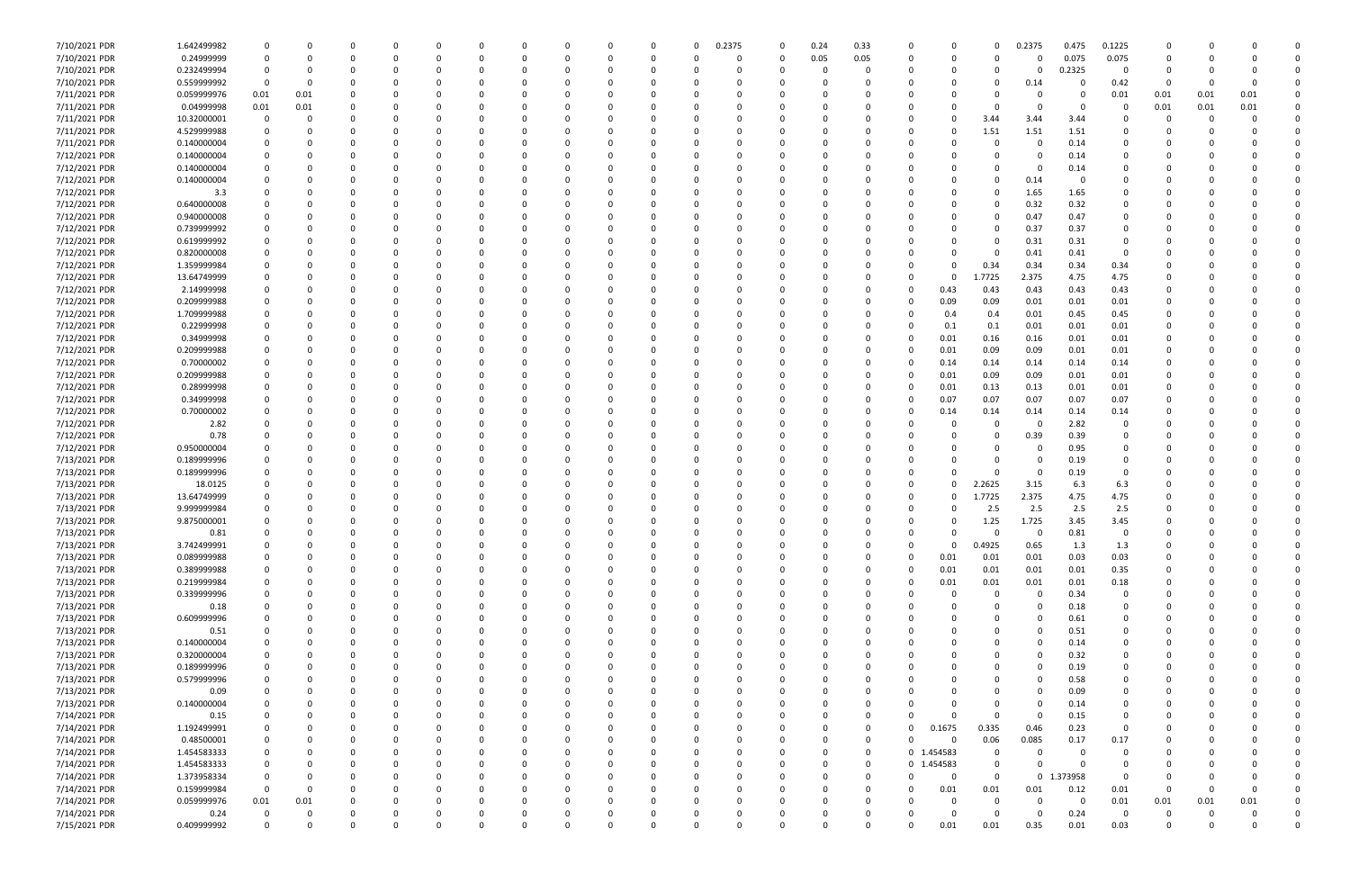| | | | | | | | | | | | | | | | | | | | | | | | | | | |
|---|---|---|---|---|---|---|---|---|---|---|---|---|---|---|---|---|---|---|---|---|---|---|---|---|---|---|
| 7/10/2021 PDR | 1.642499982 | 0 | 0 | 0 | 0 | 0 | 0 | 0 | 0 | 0 | 0 | 0 | 0.2375 | 0 | 0.24 | 0.33 | 0 | 0 | 0 | 0.2375 | 0.475 | 0.1225 | 0 | 0 | 0 | 0 |
| 7/10/2021 PDR | 0.24999999 | 0 | 0 | 0 | 0 | 0 | 0 | 0 | 0 | 0 | 0 | 0 | 0 | 0 | 0.05 | 0.05 | 0 | 0 | 0 | 0 | 0.075 | 0.075 | 0 | 0 | 0 | 0 |
| 7/10/2021 PDR | 0.232499994 | 0 | 0 | 0 | 0 | 0 | 0 | 0 | 0 | 0 | 0 | 0 | 0 | 0 | 0 | 0 | 0 | 0 | 0 | 0 | 0.2325 | 0 | 0 | 0 | 0 | 0 |
| 7/10/2021 PDR | 0.559999992 | 0 | 0 | 0 | 0 | 0 | 0 | 0 | 0 | 0 | 0 | 0 | 0 | 0 | 0 | 0 | 0 | 0 | 0 | 0.14 | 0 | 0.42 | 0 | 0 | 0 | 0 |
| 7/11/2021 PDR | 0.059999976 | 0.01 | 0.01 | 0 | 0 | 0 | 0 | 0 | 0 | 0 | 0 | 0 | 0 | 0 | 0 | 0 | 0 | 0 | 0 | 0 | 0 | 0.01 | 0.01 | 0.01 | 0.01 | 0 |
| 7/11/2021 PDR | 0.04999998 | 0.01 | 0.01 | 0 | 0 | 0 | 0 | 0 | 0 | 0 | 0 | 0 | 0 | 0 | 0 | 0 | 0 | 0 | 0 | 0 | 0 | 0 | 0.01 | 0.01 | 0.01 | 0 |
| 7/11/2021 PDR | 10.32000001 | 0 | 0 | 0 | 0 | 0 | 0 | 0 | 0 | 0 | 0 | 0 | 0 | 0 | 0 | 0 | 0 | 0 | 3.44 | 3.44 | 3.44 | 0 | 0 | 0 | 0 | 0 |
| 7/11/2021 PDR | 4.529999988 | 0 | 0 | 0 | 0 | 0 | 0 | 0 | 0 | 0 | 0 | 0 | 0 | 0 | 0 | 0 | 0 | 0 | 1.51 | 1.51 | 1.51 | 0 | 0 | 0 | 0 | 0 |
| 7/11/2021 PDR | 0.140000004 | 0 | 0 | 0 | 0 | 0 | 0 | 0 | 0 | 0 | 0 | 0 | 0 | 0 | 0 | 0 | 0 | 0 | 0 | 0 | 0.14 | 0 | 0 | 0 | 0 | 0 |
| 7/12/2021 PDR | 0.140000004 | 0 | 0 | 0 | 0 | 0 | 0 | 0 | 0 | 0 | 0 | 0 | 0 | 0 | 0 | 0 | 0 | 0 | 0 | 0 | 0.14 | 0 | 0 | 0 | 0 | 0 |
| 7/12/2021 PDR | 0.140000004 | 0 | 0 | 0 | 0 | 0 | 0 | 0 | 0 | 0 | 0 | 0 | 0 | 0 | 0 | 0 | 0 | 0 | 0 | 0 | 0.14 | 0 | 0 | 0 | 0 | 0 |
| 7/12/2021 PDR | 0.140000004 | 0 | 0 | 0 | 0 | 0 | 0 | 0 | 0 | 0 | 0 | 0 | 0 | 0 | 0 | 0 | 0 | 0 | 0 | 0.14 | 0 | 0 | 0 | 0 | 0 | 0 |
| 7/12/2021 PDR | 3.3 | 0 | 0 | 0 | 0 | 0 | 0 | 0 | 0 | 0 | 0 | 0 | 0 | 0 | 0 | 0 | 0 | 0 | 0 | 1.65 | 1.65 | 0 | 0 | 0 | 0 | 0 |
| 7/12/2021 PDR | 0.640000008 | 0 | 0 | 0 | 0 | 0 | 0 | 0 | 0 | 0 | 0 | 0 | 0 | 0 | 0 | 0 | 0 | 0 | 0 | 0.32 | 0.32 | 0 | 0 | 0 | 0 | 0 |
| 7/12/2021 PDR | 0.940000008 | 0 | 0 | 0 | 0 | 0 | 0 | 0 | 0 | 0 | 0 | 0 | 0 | 0 | 0 | 0 | 0 | 0 | 0 | 0.47 | 0.47 | 0 | 0 | 0 | 0 | 0 |
| 7/12/2021 PDR | 0.739999992 | 0 | 0 | 0 | 0 | 0 | 0 | 0 | 0 | 0 | 0 | 0 | 0 | 0 | 0 | 0 | 0 | 0 | 0 | 0.37 | 0.37 | 0 | 0 | 0 | 0 | 0 |
| 7/12/2021 PDR | 0.619999992 | 0 | 0 | 0 | 0 | 0 | 0 | 0 | 0 | 0 | 0 | 0 | 0 | 0 | 0 | 0 | 0 | 0 | 0 | 0.31 | 0.31 | 0 | 0 | 0 | 0 | 0 |
| 7/12/2021 PDR | 0.820000008 | 0 | 0 | 0 | 0 | 0 | 0 | 0 | 0 | 0 | 0 | 0 | 0 | 0 | 0 | 0 | 0 | 0 | 0 | 0.41 | 0.41 | 0 | 0 | 0 | 0 | 0 |
| 7/12/2021 PDR | 1.359999984 | 0 | 0 | 0 | 0 | 0 | 0 | 0 | 0 | 0 | 0 | 0 | 0 | 0 | 0 | 0 | 0 | 0 | 0.34 | 0.34 | 0.34 | 0.34 | 0 | 0 | 0 | 0 |
| 7/12/2021 PDR | 13.64749999 | 0 | 0 | 0 | 0 | 0 | 0 | 0 | 0 | 0 | 0 | 0 | 0 | 0 | 0 | 0 | 0 | 0 | 1.7725 | 2.375 | 4.75 | 4.75 | 0 | 0 | 0 | 0 |
| 7/12/2021 PDR | 2.14999998 | 0 | 0 | 0 | 0 | 0 | 0 | 0 | 0 | 0 | 0 | 0 | 0 | 0 | 0 | 0 | 0 | 0.43 | 0.43 | 0.43 | 0.43 | 0.43 | 0 | 0 | 0 | 0 |
| 7/12/2021 PDR | 0.209999988 | 0 | 0 | 0 | 0 | 0 | 0 | 0 | 0 | 0 | 0 | 0 | 0 | 0 | 0 | 0 | 0 | 0.09 | 0.09 | 0.01 | 0.01 | 0.01 | 0 | 0 | 0 | 0 |
| 7/12/2021 PDR | 1.709999988 | 0 | 0 | 0 | 0 | 0 | 0 | 0 | 0 | 0 | 0 | 0 | 0 | 0 | 0 | 0 | 0 | 0.4 | 0.4 | 0.01 | 0.45 | 0.45 | 0 | 0 | 0 | 0 |
| 7/12/2021 PDR | 0.22999998 | 0 | 0 | 0 | 0 | 0 | 0 | 0 | 0 | 0 | 0 | 0 | 0 | 0 | 0 | 0 | 0 | 0.1 | 0.1 | 0.01 | 0.01 | 0.01 | 0 | 0 | 0 | 0 |
| 7/12/2021 PDR | 0.34999998 | 0 | 0 | 0 | 0 | 0 | 0 | 0 | 0 | 0 | 0 | 0 | 0 | 0 | 0 | 0 | 0 | 0.01 | 0.16 | 0.16 | 0.01 | 0.01 | 0 | 0 | 0 | 0 |
| 7/12/2021 PDR | 0.209999988 | 0 | 0 | 0 | 0 | 0 | 0 | 0 | 0 | 0 | 0 | 0 | 0 | 0 | 0 | 0 | 0 | 0.01 | 0.09 | 0.09 | 0.01 | 0.01 | 0 | 0 | 0 | 0 |
| 7/12/2021 PDR | 0.70000002 | 0 | 0 | 0 | 0 | 0 | 0 | 0 | 0 | 0 | 0 | 0 | 0 | 0 | 0 | 0 | 0 | 0.14 | 0.14 | 0.14 | 0.14 | 0.14 | 0 | 0 | 0 | 0 |
| 7/12/2021 PDR | 0.209999988 | 0 | 0 | 0 | 0 | 0 | 0 | 0 | 0 | 0 | 0 | 0 | 0 | 0 | 0 | 0 | 0 | 0.01 | 0.09 | 0.09 | 0.01 | 0.01 | 0 | 0 | 0 | 0 |
| 7/12/2021 PDR | 0.28999998 | 0 | 0 | 0 | 0 | 0 | 0 | 0 | 0 | 0 | 0 | 0 | 0 | 0 | 0 | 0 | 0 | 0.01 | 0.13 | 0.13 | 0.01 | 0.01 | 0 | 0 | 0 | 0 |
| 7/12/2021 PDR | 0.34999998 | 0 | 0 | 0 | 0 | 0 | 0 | 0 | 0 | 0 | 0 | 0 | 0 | 0 | 0 | 0 | 0 | 0.07 | 0.07 | 0.07 | 0.07 | 0.07 | 0 | 0 | 0 | 0 |
| 7/12/2021 PDR | 0.70000002 | 0 | 0 | 0 | 0 | 0 | 0 | 0 | 0 | 0 | 0 | 0 | 0 | 0 | 0 | 0 | 0 | 0.14 | 0.14 | 0.14 | 0.14 | 0.14 | 0 | 0 | 0 | 0 |
| 7/12/2021 PDR | 2.82 | 0 | 0 | 0 | 0 | 0 | 0 | 0 | 0 | 0 | 0 | 0 | 0 | 0 | 0 | 0 | 0 | 0 | 0 | 0 | 2.82 | 0 | 0 | 0 | 0 | 0 |
| 7/12/2021 PDR | 0.78 | 0 | 0 | 0 | 0 | 0 | 0 | 0 | 0 | 0 | 0 | 0 | 0 | 0 | 0 | 0 | 0 | 0 | 0 | 0.39 | 0.39 | 0 | 0 | 0 | 0 | 0 |
| 7/12/2021 PDR | 0.950000004 | 0 | 0 | 0 | 0 | 0 | 0 | 0 | 0 | 0 | 0 | 0 | 0 | 0 | 0 | 0 | 0 | 0 | 0 | 0 | 0.95 | 0 | 0 | 0 | 0 | 0 |
| 7/13/2021 PDR | 0.189999996 | 0 | 0 | 0 | 0 | 0 | 0 | 0 | 0 | 0 | 0 | 0 | 0 | 0 | 0 | 0 | 0 | 0 | 0 | 0 | 0.19 | 0 | 0 | 0 | 0 | 0 |
| 7/13/2021 PDR | 0.189999996 | 0 | 0 | 0 | 0 | 0 | 0 | 0 | 0 | 0 | 0 | 0 | 0 | 0 | 0 | 0 | 0 | 0 | 0 | 0 | 0.19 | 0 | 0 | 0 | 0 | 0 |
| 7/13/2021 PDR | 18.0125 | 0 | 0 | 0 | 0 | 0 | 0 | 0 | 0 | 0 | 0 | 0 | 0 | 0 | 0 | 0 | 0 | 0 | 2.2625 | 3.15 | 6.3 | 6.3 | 0 | 0 | 0 | 0 |
| 7/13/2021 PDR | 13.64749999 | 0 | 0 | 0 | 0 | 0 | 0 | 0 | 0 | 0 | 0 | 0 | 0 | 0 | 0 | 0 | 0 | 0 | 1.7725 | 2.375 | 4.75 | 4.75 | 0 | 0 | 0 | 0 |
| 7/13/2021 PDR | 9.999999984 | 0 | 0 | 0 | 0 | 0 | 0 | 0 | 0 | 0 | 0 | 0 | 0 | 0 | 0 | 0 | 0 | 0 | 2.5 | 2.5 | 2.5 | 2.5 | 0 | 0 | 0 | 0 |
| 7/13/2021 PDR | 9.875000001 | 0 | 0 | 0 | 0 | 0 | 0 | 0 | 0 | 0 | 0 | 0 | 0 | 0 | 0 | 0 | 0 | 0 | 1.25 | 1.725 | 3.45 | 3.45 | 0 | 0 | 0 | 0 |
| 7/13/2021 PDR | 0.81 | 0 | 0 | 0 | 0 | 0 | 0 | 0 | 0 | 0 | 0 | 0 | 0 | 0 | 0 | 0 | 0 | 0 | 0 | 0 | 0.81 | 0 | 0 | 0 | 0 | 0 |
| 7/13/2021 PDR | 3.742499991 | 0 | 0 | 0 | 0 | 0 | 0 | 0 | 0 | 0 | 0 | 0 | 0 | 0 | 0 | 0 | 0 | 0 | 0.4925 | 0.65 | 1.3 | 1.3 | 0 | 0 | 0 | 0 |
| 7/13/2021 PDR | 0.089999988 | 0 | 0 | 0 | 0 | 0 | 0 | 0 | 0 | 0 | 0 | 0 | 0 | 0 | 0 | 0 | 0 | 0.01 | 0.01 | 0.01 | 0.03 | 0.03 | 0 | 0 | 0 | 0 |
| 7/13/2021 PDR | 0.389999988 | 0 | 0 | 0 | 0 | 0 | 0 | 0 | 0 | 0 | 0 | 0 | 0 | 0 | 0 | 0 | 0 | 0.01 | 0.01 | 0.01 | 0.01 | 0.35 | 0 | 0 | 0 | 0 |
| 7/13/2021 PDR | 0.219999984 | 0 | 0 | 0 | 0 | 0 | 0 | 0 | 0 | 0 | 0 | 0 | 0 | 0 | 0 | 0 | 0 | 0.01 | 0.01 | 0.01 | 0.01 | 0.18 | 0 | 0 | 0 | 0 |
| 7/13/2021 PDR | 0.339999996 | 0 | 0 | 0 | 0 | 0 | 0 | 0 | 0 | 0 | 0 | 0 | 0 | 0 | 0 | 0 | 0 | 0 | 0 | 0 | 0.34 | 0 | 0 | 0 | 0 | 0 |
| 7/13/2021 PDR | 0.18 | 0 | 0 | 0 | 0 | 0 | 0 | 0 | 0 | 0 | 0 | 0 | 0 | 0 | 0 | 0 | 0 | 0 | 0 | 0 | 0.18 | 0 | 0 | 0 | 0 | 0 |
| 7/13/2021 PDR | 0.609999996 | 0 | 0 | 0 | 0 | 0 | 0 | 0 | 0 | 0 | 0 | 0 | 0 | 0 | 0 | 0 | 0 | 0 | 0 | 0 | 0.61 | 0 | 0 | 0 | 0 | 0 |
| 7/13/2021 PDR | 0.51 | 0 | 0 | 0 | 0 | 0 | 0 | 0 | 0 | 0 | 0 | 0 | 0 | 0 | 0 | 0 | 0 | 0 | 0 | 0 | 0.51 | 0 | 0 | 0 | 0 | 0 |
| 7/13/2021 PDR | 0.140000004 | 0 | 0 | 0 | 0 | 0 | 0 | 0 | 0 | 0 | 0 | 0 | 0 | 0 | 0 | 0 | 0 | 0 | 0 | 0 | 0.14 | 0 | 0 | 0 | 0 | 0 |
| 7/13/2021 PDR | 0.320000004 | 0 | 0 | 0 | 0 | 0 | 0 | 0 | 0 | 0 | 0 | 0 | 0 | 0 | 0 | 0 | 0 | 0 | 0 | 0 | 0.32 | 0 | 0 | 0 | 0 | 0 |
| 7/13/2021 PDR | 0.189999996 | 0 | 0 | 0 | 0 | 0 | 0 | 0 | 0 | 0 | 0 | 0 | 0 | 0 | 0 | 0 | 0 | 0 | 0 | 0 | 0.19 | 0 | 0 | 0 | 0 | 0 |
| 7/13/2021 PDR | 0.579999996 | 0 | 0 | 0 | 0 | 0 | 0 | 0 | 0 | 0 | 0 | 0 | 0 | 0 | 0 | 0 | 0 | 0 | 0 | 0 | 0.58 | 0 | 0 | 0 | 0 | 0 |
| 7/13/2021 PDR | 0.09 | 0 | 0 | 0 | 0 | 0 | 0 | 0 | 0 | 0 | 0 | 0 | 0 | 0 | 0 | 0 | 0 | 0 | 0 | 0 | 0.09 | 0 | 0 | 0 | 0 | 0 |
| 7/13/2021 PDR | 0.140000004 | 0 | 0 | 0 | 0 | 0 | 0 | 0 | 0 | 0 | 0 | 0 | 0 | 0 | 0 | 0 | 0 | 0 | 0 | 0 | 0.14 | 0 | 0 | 0 | 0 | 0 |
| 7/14/2021 PDR | 0.15 | 0 | 0 | 0 | 0 | 0 | 0 | 0 | 0 | 0 | 0 | 0 | 0 | 0 | 0 | 0 | 0 | 0 | 0 | 0 | 0.15 | 0 | 0 | 0 | 0 | 0 |
| 7/14/2021 PDR | 1.192499991 | 0 | 0 | 0 | 0 | 0 | 0 | 0 | 0 | 0 | 0 | 0 | 0 | 0 | 0 | 0 | 0 | 0.1675 | 0.335 | 0.46 | 0.23 | 0 | 0 | 0 | 0 | 0 |
| 7/14/2021 PDR | 0.48500001 | 0 | 0 | 0 | 0 | 0 | 0 | 0 | 0 | 0 | 0 | 0 | 0 | 0 | 0 | 0 | 0 | 0 | 0.06 | 0.085 | 0.17 | 0.17 | 0 | 0 | 0 | 0 |
| 7/14/2021 PDR | 1.454583333 | 0 | 0 | 0 | 0 | 0 | 0 | 0 | 0 | 0 | 0 | 0 | 0 | 0 | 0 | 0 | 0 | 1.454583 | 0 | 0 | 0 | 0 | 0 | 0 | 0 | 0 |
| 7/14/2021 PDR | 1.454583333 | 0 | 0 | 0 | 0 | 0 | 0 | 0 | 0 | 0 | 0 | 0 | 0 | 0 | 0 | 0 | 0 | 1.454583 | 0 | 0 | 0 | 0 | 0 | 0 | 0 | 0 |
| 7/14/2021 PDR | 1.373958334 | 0 | 0 | 0 | 0 | 0 | 0 | 0 | 0 | 0 | 0 | 0 | 0 | 0 | 0 | 0 | 0 | 0 | 0 | 0 | 1.373958 | 0 | 0 | 0 | 0 | 0 |
| 7/14/2021 PDR | 0.159999984 | 0 | 0 | 0 | 0 | 0 | 0 | 0 | 0 | 0 | 0 | 0 | 0 | 0 | 0 | 0 | 0 | 0.01 | 0.01 | 0.01 | 0.12 | 0.01 | 0 | 0 | 0 | 0 |
| 7/14/2021 PDR | 0.059999976 | 0.01 | 0.01 | 0 | 0 | 0 | 0 | 0 | 0 | 0 | 0 | 0 | 0 | 0 | 0 | 0 | 0 | 0 | 0 | 0 | 0 | 0.01 | 0.01 | 0.01 | 0.01 | 0 |
| 7/14/2021 PDR | 0.24 | 0 | 0 | 0 | 0 | 0 | 0 | 0 | 0 | 0 | 0 | 0 | 0 | 0 | 0 | 0 | 0 | 0 | 0 | 0 | 0.24 | 0 | 0 | 0 | 0 | 0 |
| 7/15/2021 PDR | 0.409999992 | 0 | 0 | 0 | 0 | 0 | 0 | 0 | 0 | 0 | 0 | 0 | 0 | 0 | 0 | 0 | 0 | 0.01 | 0.01 | 0.35 | 0.01 | 0.03 | 0 | 0 | 0 | 0 |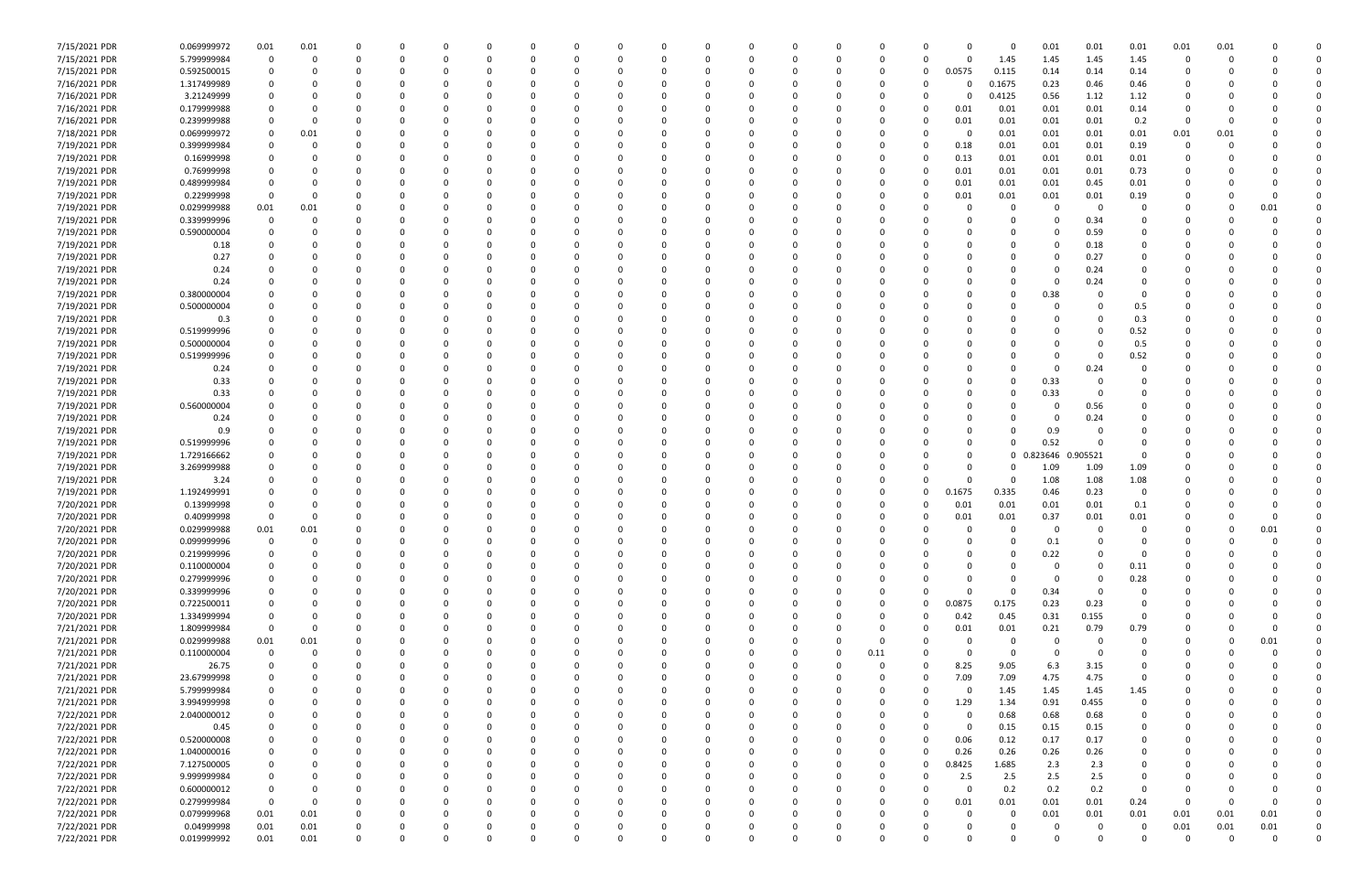| | | | | | | | | | | | | | | | | | | | | | | |
|---|---|---|---|---|---|---|---|---|---|---|---|---|---|---|---|---|---|---|---|---|---|---|
| 7/15/2021 PDR | 0.069999972 | 0.01 | 0.01 | 0 | 0 | 0 | 0 | 0 | 0 | 0 | 0 | 0 | 0 | 0 | 0 | 0 | 0.01 | 0.01 | 0.01 | 0.01 | 0.01 | 0 | 0 |
| 7/15/2021 PDR | 5.799999984 | 0 | 0 | 0 | 0 | 0 | 0 | 0 | 0 | 0 | 0 | 0 | 0 | 0 | 1.45 | 1.45 | 1.45 | 1.45 | 0 | 0 | 0 | 0 |
| 7/15/2021 PDR | 0.592500015 | 0 | 0 | 0 | 0 | 0 | 0 | 0 | 0 | 0 | 0 | 0 | 0 | 0.0575 | 0.115 | 0.14 | 0.14 | 0.14 | 0 | 0 | 0 | 0 |
| 7/16/2021 PDR | 1.317499989 | 0 | 0 | 0 | 0 | 0 | 0 | 0 | 0 | 0 | 0 | 0 | 0 | 0 | 0.1675 | 0.23 | 0.46 | 0.46 | 0 | 0 | 0 | 0 |
| 7/16/2021 PDR | 3.21249999 | 0 | 0 | 0 | 0 | 0 | 0 | 0 | 0 | 0 | 0 | 0 | 0 | 0 | 0.4125 | 0.56 | 1.12 | 1.12 | 0 | 0 | 0 | 0 |
| 7/16/2021 PDR | 0.179999988 | 0 | 0 | 0 | 0 | 0 | 0 | 0 | 0 | 0 | 0 | 0 | 0 | 0.01 | 0.01 | 0.01 | 0.01 | 0.14 | 0 | 0 | 0 | 0 |
| 7/16/2021 PDR | 0.239999988 | 0 | 0 | 0 | 0 | 0 | 0 | 0 | 0 | 0 | 0 | 0 | 0 | 0.01 | 0.01 | 0.01 | 0.01 | 0.2 | 0 | 0 | 0 | 0 |
| 7/18/2021 PDR | 0.069999972 | 0 | 0.01 | 0 | 0 | 0 | 0 | 0 | 0 | 0 | 0 | 0 | 0 | 0 | 0.01 | 0.01 | 0.01 | 0.01 | 0.01 | 0.01 | 0 | 0 |
| 7/19/2021 PDR | 0.399999984 | 0 | 0 | 0 | 0 | 0 | 0 | 0 | 0 | 0 | 0 | 0 | 0 | 0.18 | 0.01 | 0.01 | 0.01 | 0.19 | 0 | 0 | 0 | 0 |
| 7/19/2021 PDR | 0.16999998 | 0 | 0 | 0 | 0 | 0 | 0 | 0 | 0 | 0 | 0 | 0 | 0 | 0.13 | 0.01 | 0.01 | 0.01 | 0.01 | 0 | 0 | 0 | 0 |
| 7/19/2021 PDR | 0.76999998 | 0 | 0 | 0 | 0 | 0 | 0 | 0 | 0 | 0 | 0 | 0 | 0 | 0.01 | 0.01 | 0.01 | 0.01 | 0.73 | 0 | 0 | 0 | 0 |
| 7/19/2021 PDR | 0.489999984 | 0 | 0 | 0 | 0 | 0 | 0 | 0 | 0 | 0 | 0 | 0 | 0 | 0.01 | 0.01 | 0.01 | 0.45 | 0.01 | 0 | 0 | 0 | 0 |
| 7/19/2021 PDR | 0.22999998 | 0 | 0 | 0 | 0 | 0 | 0 | 0 | 0 | 0 | 0 | 0 | 0 | 0.01 | 0.01 | 0.01 | 0.01 | 0.19 | 0 | 0 | 0 | 0 |
| 7/19/2021 PDR | 0.029999988 | 0.01 | 0.01 | 0 | 0 | 0 | 0 | 0 | 0 | 0 | 0 | 0 | 0 | 0 | 0 | 0 | 0 | 0 | 0 | 0 | 0.01 | 0 |
| 7/19/2021 PDR | 0.339999996 | 0 | 0 | 0 | 0 | 0 | 0 | 0 | 0 | 0 | 0 | 0 | 0 | 0 | 0 | 0 | 0.34 | 0 | 0 | 0 | 0 | 0 |
| 7/19/2021 PDR | 0.590000004 | 0 | 0 | 0 | 0 | 0 | 0 | 0 | 0 | 0 | 0 | 0 | 0 | 0 | 0 | 0 | 0.59 | 0 | 0 | 0 | 0 | 0 |
| 7/19/2021 PDR | 0.18 | 0 | 0 | 0 | 0 | 0 | 0 | 0 | 0 | 0 | 0 | 0 | 0 | 0 | 0 | 0 | 0.18 | 0 | 0 | 0 | 0 | 0 |
| 7/19/2021 PDR | 0.27 | 0 | 0 | 0 | 0 | 0 | 0 | 0 | 0 | 0 | 0 | 0 | 0 | 0 | 0 | 0 | 0.27 | 0 | 0 | 0 | 0 | 0 |
| 7/19/2021 PDR | 0.24 | 0 | 0 | 0 | 0 | 0 | 0 | 0 | 0 | 0 | 0 | 0 | 0 | 0 | 0 | 0 | 0.24 | 0 | 0 | 0 | 0 | 0 |
| 7/19/2021 PDR | 0.24 | 0 | 0 | 0 | 0 | 0 | 0 | 0 | 0 | 0 | 0 | 0 | 0 | 0 | 0 | 0 | 0.24 | 0 | 0 | 0 | 0 | 0 |
| 7/19/2021 PDR | 0.380000004 | 0 | 0 | 0 | 0 | 0 | 0 | 0 | 0 | 0 | 0 | 0 | 0 | 0 | 0 | 0.38 | 0 | 0 | 0 | 0 | 0 | 0 |
| 7/19/2021 PDR | 0.500000004 | 0 | 0 | 0 | 0 | 0 | 0 | 0 | 0 | 0 | 0 | 0 | 0 | 0 | 0 | 0 | 0 | 0.5 | 0 | 0 | 0 | 0 |
| 7/19/2021 PDR | 0.3 | 0 | 0 | 0 | 0 | 0 | 0 | 0 | 0 | 0 | 0 | 0 | 0 | 0 | 0 | 0 | 0 | 0.3 | 0 | 0 | 0 | 0 |
| 7/19/2021 PDR | 0.519999996 | 0 | 0 | 0 | 0 | 0 | 0 | 0 | 0 | 0 | 0 | 0 | 0 | 0 | 0 | 0 | 0 | 0.52 | 0 | 0 | 0 | 0 |
| 7/19/2021 PDR | 0.500000004 | 0 | 0 | 0 | 0 | 0 | 0 | 0 | 0 | 0 | 0 | 0 | 0 | 0 | 0 | 0 | 0 | 0.5 | 0 | 0 | 0 | 0 |
| 7/19/2021 PDR | 0.519999996 | 0 | 0 | 0 | 0 | 0 | 0 | 0 | 0 | 0 | 0 | 0 | 0 | 0 | 0 | 0 | 0 | 0.52 | 0 | 0 | 0 | 0 |
| 7/19/2021 PDR | 0.24 | 0 | 0 | 0 | 0 | 0 | 0 | 0 | 0 | 0 | 0 | 0 | 0 | 0 | 0 | 0 | 0.24 | 0 | 0 | 0 | 0 | 0 |
| 7/19/2021 PDR | 0.33 | 0 | 0 | 0 | 0 | 0 | 0 | 0 | 0 | 0 | 0 | 0 | 0 | 0 | 0 | 0.33 | 0 | 0 | 0 | 0 | 0 | 0 |
| 7/19/2021 PDR | 0.33 | 0 | 0 | 0 | 0 | 0 | 0 | 0 | 0 | 0 | 0 | 0 | 0 | 0 | 0 | 0.33 | 0 | 0 | 0 | 0 | 0 | 0 |
| 7/19/2021 PDR | 0.560000004 | 0 | 0 | 0 | 0 | 0 | 0 | 0 | 0 | 0 | 0 | 0 | 0 | 0 | 0 | 0 | 0.56 | 0 | 0 | 0 | 0 | 0 |
| 7/19/2021 PDR | 0.24 | 0 | 0 | 0 | 0 | 0 | 0 | 0 | 0 | 0 | 0 | 0 | 0 | 0 | 0 | 0 | 0.24 | 0 | 0 | 0 | 0 | 0 |
| 7/19/2021 PDR | 0.9 | 0 | 0 | 0 | 0 | 0 | 0 | 0 | 0 | 0 | 0 | 0 | 0 | 0 | 0 | 0.9 | 0 | 0 | 0 | 0 | 0 | 0 |
| 7/19/2021 PDR | 0.519999996 | 0 | 0 | 0 | 0 | 0 | 0 | 0 | 0 | 0 | 0 | 0 | 0 | 0 | 0 | 0.52 | 0 | 0 | 0 | 0 | 0 | 0 |
| 7/19/2021 PDR | 1.729166662 | 0 | 0 | 0 | 0 | 0 | 0 | 0 | 0 | 0 | 0 | 0 | 0 | 0 | 0 | 0.823646 | 0.905521 | 0 | 0 | 0 | 0 | 0 |
| 7/19/2021 PDR | 3.269999988 | 0 | 0 | 0 | 0 | 0 | 0 | 0 | 0 | 0 | 0 | 0 | 0 | 0 | 0 | 1.09 | 1.09 | 1.09 | 0 | 0 | 0 | 0 |
| 7/19/2021 PDR | 3.24 | 0 | 0 | 0 | 0 | 0 | 0 | 0 | 0 | 0 | 0 | 0 | 0 | 0 | 0 | 1.08 | 1.08 | 1.08 | 0 | 0 | 0 | 0 |
| 7/19/2021 PDR | 1.192499991 | 0 | 0 | 0 | 0 | 0 | 0 | 0 | 0 | 0 | 0 | 0 | 0 | 0.1675 | 0.335 | 0.46 | 0.23 | 0 | 0 | 0 | 0 | 0 |
| 7/20/2021 PDR | 0.13999998 | 0 | 0 | 0 | 0 | 0 | 0 | 0 | 0 | 0 | 0 | 0 | 0 | 0.01 | 0.01 | 0.01 | 0.01 | 0.1 | 0 | 0 | 0 | 0 |
| 7/20/2021 PDR | 0.40999998 | 0 | 0 | 0 | 0 | 0 | 0 | 0 | 0 | 0 | 0 | 0 | 0 | 0.01 | 0.01 | 0.37 | 0.01 | 0.01 | 0 | 0 | 0 | 0 |
| 7/20/2021 PDR | 0.029999988 | 0.01 | 0.01 | 0 | 0 | 0 | 0 | 0 | 0 | 0 | 0 | 0 | 0 | 0 | 0 | 0 | 0 | 0 | 0 | 0 | 0.01 | 0 |
| 7/20/2021 PDR | 0.099999996 | 0 | 0 | 0 | 0 | 0 | 0 | 0 | 0 | 0 | 0 | 0 | 0 | 0 | 0 | 0.1 | 0 | 0 | 0 | 0 | 0 | 0 |
| 7/20/2021 PDR | 0.219999996 | 0 | 0 | 0 | 0 | 0 | 0 | 0 | 0 | 0 | 0 | 0 | 0 | 0 | 0 | 0.22 | 0 | 0 | 0 | 0 | 0 | 0 |
| 7/20/2021 PDR | 0.110000004 | 0 | 0 | 0 | 0 | 0 | 0 | 0 | 0 | 0 | 0 | 0 | 0 | 0 | 0 | 0 | 0 | 0.11 | 0 | 0 | 0 | 0 |
| 7/20/2021 PDR | 0.279999996 | 0 | 0 | 0 | 0 | 0 | 0 | 0 | 0 | 0 | 0 | 0 | 0 | 0 | 0 | 0 | 0 | 0.28 | 0 | 0 | 0 | 0 |
| 7/20/2021 PDR | 0.339999996 | 0 | 0 | 0 | 0 | 0 | 0 | 0 | 0 | 0 | 0 | 0 | 0 | 0 | 0 | 0.34 | 0 | 0 | 0 | 0 | 0 | 0 |
| 7/20/2021 PDR | 0.722500011 | 0 | 0 | 0 | 0 | 0 | 0 | 0 | 0 | 0 | 0 | 0 | 0 | 0.0875 | 0.175 | 0.23 | 0.23 | 0 | 0 | 0 | 0 | 0 |
| 7/20/2021 PDR | 1.334999994 | 0 | 0 | 0 | 0 | 0 | 0 | 0 | 0 | 0 | 0 | 0 | 0 | 0.42 | 0.45 | 0.31 | 0.155 | 0 | 0 | 0 | 0 | 0 |
| 7/21/2021 PDR | 1.809999984 | 0 | 0 | 0 | 0 | 0 | 0 | 0 | 0 | 0 | 0 | 0 | 0 | 0.01 | 0.01 | 0.21 | 0.79 | 0.79 | 0 | 0 | 0 | 0 |
| 7/21/2021 PDR | 0.029999988 | 0.01 | 0.01 | 0 | 0 | 0 | 0 | 0 | 0 | 0 | 0 | 0 | 0 | 0 | 0 | 0 | 0 | 0 | 0 | 0 | 0.01 | 0 |
| 7/21/2021 PDR | 0.110000004 | 0 | 0 | 0 | 0 | 0 | 0 | 0 | 0 | 0 | 0 | 0.11 | 0 | 0 | 0 | 0 | 0 | 0 | 0 | 0 | 0 | 0 |
| 7/21/2021 PDR | 26.75 | 0 | 0 | 0 | 0 | 0 | 0 | 0 | 0 | 0 | 0 | 0 | 0 | 8.25 | 9.05 | 6.3 | 3.15 | 0 | 0 | 0 | 0 | 0 |
| 7/21/2021 PDR | 23.67999998 | 0 | 0 | 0 | 0 | 0 | 0 | 0 | 0 | 0 | 0 | 0 | 0 | 7.09 | 7.09 | 4.75 | 4.75 | 0 | 0 | 0 | 0 | 0 |
| 7/21/2021 PDR | 5.799999984 | 0 | 0 | 0 | 0 | 0 | 0 | 0 | 0 | 0 | 0 | 0 | 0 | 0 | 1.45 | 1.45 | 1.45 | 1.45 | 0 | 0 | 0 | 0 |
| 7/21/2021 PDR | 3.994999998 | 0 | 0 | 0 | 0 | 0 | 0 | 0 | 0 | 0 | 0 | 0 | 0 | 1.29 | 1.34 | 0.91 | 0.455 | 0 | 0 | 0 | 0 | 0 |
| 7/22/2021 PDR | 2.040000012 | 0 | 0 | 0 | 0 | 0 | 0 | 0 | 0 | 0 | 0 | 0 | 0 | 0 | 0.68 | 0.68 | 0.68 | 0 | 0 | 0 | 0 | 0 |
| 7/22/2021 PDR | 0.45 | 0 | 0 | 0 | 0 | 0 | 0 | 0 | 0 | 0 | 0 | 0 | 0 | 0 | 0.15 | 0.15 | 0.15 | 0 | 0 | 0 | 0 | 0 |
| 7/22/2021 PDR | 0.520000008 | 0 | 0 | 0 | 0 | 0 | 0 | 0 | 0 | 0 | 0 | 0 | 0 | 0.06 | 0.12 | 0.17 | 0.17 | 0 | 0 | 0 | 0 | 0 |
| 7/22/2021 PDR | 1.040000016 | 0 | 0 | 0 | 0 | 0 | 0 | 0 | 0 | 0 | 0 | 0 | 0 | 0.26 | 0.26 | 0.26 | 0.26 | 0 | 0 | 0 | 0 | 0 |
| 7/22/2021 PDR | 7.127500005 | 0 | 0 | 0 | 0 | 0 | 0 | 0 | 0 | 0 | 0 | 0 | 0 | 0.8425 | 1.685 | 2.3 | 2.3 | 0 | 0 | 0 | 0 | 0 |
| 7/22/2021 PDR | 9.999999984 | 0 | 0 | 0 | 0 | 0 | 0 | 0 | 0 | 0 | 0 | 0 | 0 | 2.5 | 2.5 | 2.5 | 2.5 | 0 | 0 | 0 | 0 | 0 |
| 7/22/2021 PDR | 0.600000012 | 0 | 0 | 0 | 0 | 0 | 0 | 0 | 0 | 0 | 0 | 0 | 0 | 0 | 0.2 | 0.2 | 0.2 | 0 | 0 | 0 | 0 | 0 |
| 7/22/2021 PDR | 0.279999984 | 0 | 0 | 0 | 0 | 0 | 0 | 0 | 0 | 0 | 0 | 0 | 0 | 0.01 | 0.01 | 0.01 | 0.01 | 0.24 | 0 | 0 | 0 | 0 |
| 7/22/2021 PDR | 0.079999968 | 0.01 | 0.01 | 0 | 0 | 0 | 0 | 0 | 0 | 0 | 0 | 0 | 0 | 0 | 0 | 0.01 | 0.01 | 0.01 | 0.01 | 0.01 | 0.01 | 0 |
| 7/22/2021 PDR | 0.04999998 | 0.01 | 0.01 | 0 | 0 | 0 | 0 | 0 | 0 | 0 | 0 | 0 | 0 | 0 | 0 | 0 | 0 | 0 | 0.01 | 0.01 | 0.01 | 0 |
| 7/22/2021 PDR | 0.019999992 | 0.01 | 0.01 | 0 | 0 | 0 | 0 | 0 | 0 | 0 | 0 | 0 | 0 | 0 | 0 | 0 | 0 | 0 | 0 | 0 | 0 | 0 |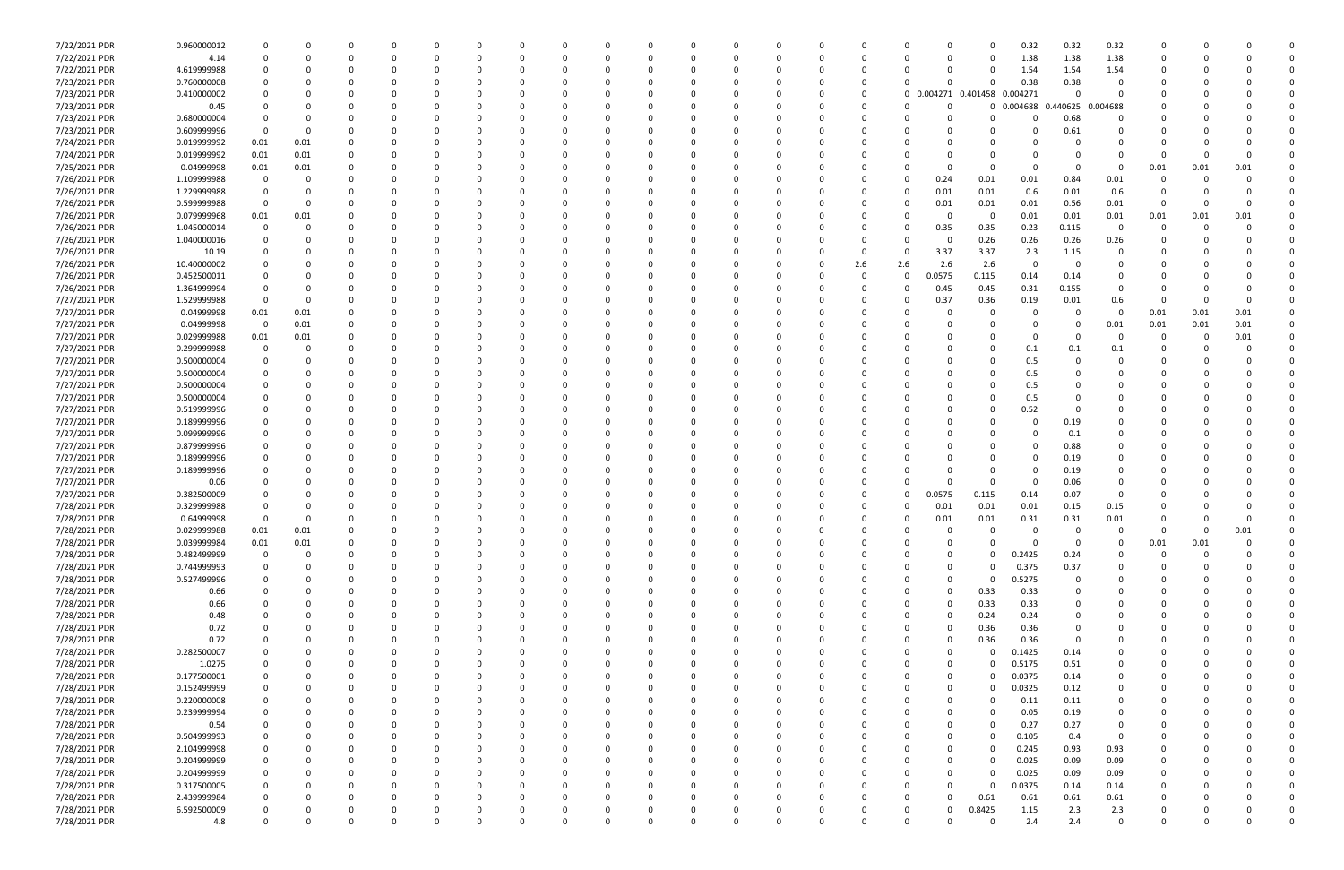| | | | | | | | | | | | | | | | | | | | | | | | | | | | | | | | | | |
|---|---|---|---|---|---|---|---|---|---|---|---|---|---|---|---|---|---|---|---|---|---|---|---|---|---|---|---|---|---|---|---|---|---|
| 7/22/2021 PDR | 0.960000012 | 0 | 0 | 0 | 0 | 0 | 0 | 0 | 0 | 0 | 0 | 0 | 0 | 0 | 0 | 0 | 0 | 0 | 0 | 0 | 0 | 0 | 0 | 0 | 0 | 0 | 0.32 | 0.32 | 0.32 | 0 | 0 | 0 | 0 |
| 7/22/2021 PDR | 4.14 | 0 | 0 | 0 | 0 | 0 | 0 | 0 | 0 | 0 | 0 | 0 | 0 | 0 | 0 | 0 | 0 | 0 | 0 | 0 | 0 | 0 | 0 | 0 | 0 | 0 | 1.38 | 1.38 | 1.38 | 0 | 0 | 0 | 0 |
| 7/22/2021 PDR | 4.619999988 | 0 | 0 | 0 | 0 | 0 | 0 | 0 | 0 | 0 | 0 | 0 | 0 | 0 | 0 | 0 | 0 | 0 | 0 | 0 | 0 | 0 | 0 | 0 | 0 | 0 | 1.54 | 1.54 | 1.54 | 0 | 0 | 0 | 0 |
| 7/23/2021 PDR | 0.760000008 | 0 | 0 | 0 | 0 | 0 | 0 | 0 | 0 | 0 | 0 | 0 | 0 | 0 | 0 | 0 | 0 | 0 | 0 | 0 | 0 | 0 | 0 | 0 | 0 | 0 | 0.38 | 0.38 | 0 | 0 | 0 | 0 | 0 |
| 7/23/2021 PDR | 0.410000002 | 0 | 0 | 0 | 0 | 0 | 0 | 0 | 0 | 0 | 0 | 0 | 0 | 0 | 0 | 0 | 0 | 0 | 0 | 0 | 0 | 0 | 0 | 0 | 0.004271 | 0.401458 | 0.004271 | 0 | 0 | 0 | 0 | 0 | 0 |
| 7/23/2021 PDR | 0.45 | 0 | 0 | 0 | 0 | 0 | 0 | 0 | 0 | 0 | 0 | 0 | 0 | 0 | 0 | 0 | 0 | 0 | 0 | 0 | 0 | 0 | 0 | 0 | 0 | 0 | 0.004688 | 0.440625 | 0.004688 | 0 | 0 | 0 | 0 |
| 7/23/2021 PDR | 0.680000004 | 0 | 0 | 0 | 0 | 0 | 0 | 0 | 0 | 0 | 0 | 0 | 0 | 0 | 0 | 0 | 0 | 0 | 0 | 0 | 0 | 0 | 0 | 0 | 0 | 0 | 0 | 0.68 | 0 | 0 | 0 | 0 | 0 |
| 7/23/2021 PDR | 0.609999996 | 0 | 0 | 0 | 0 | 0 | 0 | 0 | 0 | 0 | 0 | 0 | 0 | 0 | 0 | 0 | 0 | 0 | 0 | 0 | 0 | 0 | 0 | 0 | 0 | 0 | 0 | 0.61 | 0 | 0 | 0 | 0 | 0 |
| 7/24/2021 PDR | 0.019999992 | 0.01 | 0.01 | 0 | 0 | 0 | 0 | 0 | 0 | 0 | 0 | 0 | 0 | 0 | 0 | 0 | 0 | 0 | 0 | 0 | 0 | 0 | 0 | 0 | 0 | 0 | 0 | 0 | 0 | 0 | 0 | 0 | 0 |
| 7/24/2021 PDR | 0.019999992 | 0.01 | 0.01 | 0 | 0 | 0 | 0 | 0 | 0 | 0 | 0 | 0 | 0 | 0 | 0 | 0 | 0 | 0 | 0 | 0 | 0 | 0 | 0 | 0 | 0 | 0 | 0 | 0 | 0 | 0 | 0 | 0 | 0 |
| 7/25/2021 PDR | 0.04999998 | 0.01 | 0.01 | 0 | 0 | 0 | 0 | 0 | 0 | 0 | 0 | 0 | 0 | 0 | 0 | 0 | 0 | 0 | 0 | 0 | 0 | 0 | 0 | 0 | 0 | 0 | 0 | 0 | 0 | 0.01 | 0.01 | 0.01 | 0 |
| 7/26/2021 PDR | 1.109999988 | 0 | 0 | 0 | 0 | 0 | 0 | 0 | 0 | 0 | 0 | 0 | 0 | 0 | 0 | 0 | 0 | 0 | 0 | 0 | 0 | 0 | 0 | 0 | 0.24 | 0.01 | 0.01 | 0.84 | 0.01 | 0 | 0 | 0 | 0 |
| 7/26/2021 PDR | 1.229999988 | 0 | 0 | 0 | 0 | 0 | 0 | 0 | 0 | 0 | 0 | 0 | 0 | 0 | 0 | 0 | 0 | 0 | 0 | 0 | 0 | 0 | 0 | 0 | 0.01 | 0.01 | 0.6 | 0.01 | 0.6 | 0 | 0 | 0 | 0 |
| 7/26/2021 PDR | 0.599999988 | 0 | 0 | 0 | 0 | 0 | 0 | 0 | 0 | 0 | 0 | 0 | 0 | 0 | 0 | 0 | 0 | 0 | 0 | 0 | 0 | 0 | 0 | 0 | 0.01 | 0.01 | 0.01 | 0.56 | 0.01 | 0 | 0 | 0 | 0 |
| 7/26/2021 PDR | 0.079999968 | 0.01 | 0.01 | 0 | 0 | 0 | 0 | 0 | 0 | 0 | 0 | 0 | 0 | 0 | 0 | 0 | 0 | 0 | 0 | 0 | 0 | 0 | 0 | 0 | 0 | 0 | 0.01 | 0.01 | 0.01 | 0.01 | 0.01 | 0.01 | 0 |
| 7/26/2021 PDR | 1.045000014 | 0 | 0 | 0 | 0 | 0 | 0 | 0 | 0 | 0 | 0 | 0 | 0 | 0 | 0 | 0 | 0 | 0 | 0 | 0 | 0 | 0 | 0 | 0 | 0.35 | 0.35 | 0.23 | 0.115 | 0 | 0 | 0 | 0 | 0 |
| 7/26/2021 PDR | 1.040000016 | 0 | 0 | 0 | 0 | 0 | 0 | 0 | 0 | 0 | 0 | 0 | 0 | 0 | 0 | 0 | 0 | 0 | 0 | 0 | 0 | 0 | 0 | 0 | 0 | 0.26 | 0.26 | 0.26 | 0.26 | 0 | 0 | 0 | 0 |
| 7/26/2021 PDR | 10.19 | 0 | 0 | 0 | 0 | 0 | 0 | 0 | 0 | 0 | 0 | 0 | 0 | 0 | 0 | 0 | 0 | 0 | 0 | 0 | 0 | 0 | 0 | 0 | 3.37 | 3.37 | 2.3 | 1.15 | 0 | 0 | 0 | 0 | 0 |
| 7/26/2021 PDR | 10.40000002 | 0 | 0 | 0 | 0 | 0 | 0 | 0 | 0 | 0 | 0 | 0 | 0 | 0 | 0 | 0 | 0 | 0 | 0 | 0 | 0 | 0 | 2.6 | 2.6 | 2.6 | 2.6 | 0 | 0 | 0 | 0 | 0 | 0 | 0 |
| 7/26/2021 PDR | 0.452500011 | 0 | 0 | 0 | 0 | 0 | 0 | 0 | 0 | 0 | 0 | 0 | 0 | 0 | 0 | 0 | 0 | 0 | 0 | 0 | 0 | 0 | 0 | 0 | 0.0575 | 0.115 | 0.14 | 0.14 | 0 | 0 | 0 | 0 | 0 |
| 7/26/2021 PDR | 1.364999994 | 0 | 0 | 0 | 0 | 0 | 0 | 0 | 0 | 0 | 0 | 0 | 0 | 0 | 0 | 0 | 0 | 0 | 0 | 0 | 0 | 0 | 0 | 0 | 0.45 | 0.45 | 0.31 | 0.155 | 0 | 0 | 0 | 0 | 0 |
| 7/27/2021 PDR | 1.529999988 | 0 | 0 | 0 | 0 | 0 | 0 | 0 | 0 | 0 | 0 | 0 | 0 | 0 | 0 | 0 | 0 | 0 | 0 | 0 | 0 | 0 | 0 | 0 | 0.37 | 0.36 | 0.19 | 0.01 | 0.6 | 0 | 0 | 0 | 0 |
| 7/27/2021 PDR | 0.04999998 | 0.01 | 0.01 | 0 | 0 | 0 | 0 | 0 | 0 | 0 | 0 | 0 | 0 | 0 | 0 | 0 | 0 | 0 | 0 | 0 | 0 | 0 | 0 | 0 | 0 | 0 | 0 | 0 | 0 | 0.01 | 0.01 | 0.01 | 0 |
| 7/27/2021 PDR | 0.04999998 | 0 | 0.01 | 0 | 0 | 0 | 0 | 0 | 0 | 0 | 0 | 0 | 0 | 0 | 0 | 0 | 0 | 0 | 0 | 0 | 0 | 0 | 0 | 0 | 0 | 0 | 0 | 0 | 0.01 | 0.01 | 0.01 | 0.01 | 0 |
| 7/27/2021 PDR | 0.029999988 | 0.01 | 0.01 | 0 | 0 | 0 | 0 | 0 | 0 | 0 | 0 | 0 | 0 | 0 | 0 | 0 | 0 | 0 | 0 | 0 | 0 | 0 | 0 | 0 | 0 | 0 | 0 | 0 | 0 | 0 | 0 | 0.01 | 0 |
| 7/27/2021 PDR | 0.299999988 | 0 | 0 | 0 | 0 | 0 | 0 | 0 | 0 | 0 | 0 | 0 | 0 | 0 | 0 | 0 | 0 | 0 | 0 | 0 | 0 | 0 | 0 | 0 | 0 | 0 | 0.1 | 0.1 | 0.1 | 0 | 0 | 0 | 0 |
| 7/27/2021 PDR | 0.500000004 | 0 | 0 | 0 | 0 | 0 | 0 | 0 | 0 | 0 | 0 | 0 | 0 | 0 | 0 | 0 | 0 | 0 | 0 | 0 | 0 | 0 | 0 | 0 | 0 | 0 | 0.5 | 0 | 0 | 0 | 0 | 0 | 0 |
| 7/27/2021 PDR | 0.500000004 | 0 | 0 | 0 | 0 | 0 | 0 | 0 | 0 | 0 | 0 | 0 | 0 | 0 | 0 | 0 | 0 | 0 | 0 | 0 | 0 | 0 | 0 | 0 | 0 | 0 | 0.5 | 0 | 0 | 0 | 0 | 0 | 0 |
| 7/27/2021 PDR | 0.500000004 | 0 | 0 | 0 | 0 | 0 | 0 | 0 | 0 | 0 | 0 | 0 | 0 | 0 | 0 | 0 | 0 | 0 | 0 | 0 | 0 | 0 | 0 | 0 | 0 | 0 | 0.5 | 0 | 0 | 0 | 0 | 0 | 0 |
| 7/27/2021 PDR | 0.500000004 | 0 | 0 | 0 | 0 | 0 | 0 | 0 | 0 | 0 | 0 | 0 | 0 | 0 | 0 | 0 | 0 | 0 | 0 | 0 | 0 | 0 | 0 | 0 | 0 | 0 | 0.5 | 0 | 0 | 0 | 0 | 0 | 0 |
| 7/27/2021 PDR | 0.519999996 | 0 | 0 | 0 | 0 | 0 | 0 | 0 | 0 | 0 | 0 | 0 | 0 | 0 | 0 | 0 | 0 | 0 | 0 | 0 | 0 | 0 | 0 | 0 | 0 | 0 | 0.52 | 0 | 0 | 0 | 0 | 0 | 0 |
| 7/27/2021 PDR | 0.189999996 | 0 | 0 | 0 | 0 | 0 | 0 | 0 | 0 | 0 | 0 | 0 | 0 | 0 | 0 | 0 | 0 | 0 | 0 | 0 | 0 | 0 | 0 | 0 | 0 | 0 | 0 | 0.19 | 0 | 0 | 0 | 0 | 0 |
| 7/27/2021 PDR | 0.099999996 | 0 | 0 | 0 | 0 | 0 | 0 | 0 | 0 | 0 | 0 | 0 | 0 | 0 | 0 | 0 | 0 | 0 | 0 | 0 | 0 | 0 | 0 | 0 | 0 | 0 | 0 | 0.1 | 0 | 0 | 0 | 0 | 0 |
| 7/27/2021 PDR | 0.879999996 | 0 | 0 | 0 | 0 | 0 | 0 | 0 | 0 | 0 | 0 | 0 | 0 | 0 | 0 | 0 | 0 | 0 | 0 | 0 | 0 | 0 | 0 | 0 | 0 | 0 | 0 | 0.88 | 0 | 0 | 0 | 0 | 0 |
| 7/27/2021 PDR | 0.189999996 | 0 | 0 | 0 | 0 | 0 | 0 | 0 | 0 | 0 | 0 | 0 | 0 | 0 | 0 | 0 | 0 | 0 | 0 | 0 | 0 | 0 | 0 | 0 | 0 | 0 | 0 | 0.19 | 0 | 0 | 0 | 0 | 0 |
| 7/27/2021 PDR | 0.189999996 | 0 | 0 | 0 | 0 | 0 | 0 | 0 | 0 | 0 | 0 | 0 | 0 | 0 | 0 | 0 | 0 | 0 | 0 | 0 | 0 | 0 | 0 | 0 | 0 | 0 | 0 | 0.19 | 0 | 0 | 0 | 0 | 0 |
| 7/27/2021 PDR | 0.06 | 0 | 0 | 0 | 0 | 0 | 0 | 0 | 0 | 0 | 0 | 0 | 0 | 0 | 0 | 0 | 0 | 0 | 0 | 0 | 0 | 0 | 0 | 0 | 0 | 0 | 0 | 0.06 | 0 | 0 | 0 | 0 | 0 |
| 7/27/2021 PDR | 0.382500009 | 0 | 0 | 0 | 0 | 0 | 0 | 0 | 0 | 0 | 0 | 0 | 0 | 0 | 0 | 0 | 0 | 0 | 0 | 0 | 0 | 0 | 0 | 0 | 0.0575 | 0.115 | 0.14 | 0.07 | 0 | 0 | 0 | 0 | 0 |
| 7/28/2021 PDR | 0.329999988 | 0 | 0 | 0 | 0 | 0 | 0 | 0 | 0 | 0 | 0 | 0 | 0 | 0 | 0 | 0 | 0 | 0 | 0 | 0 | 0 | 0 | 0 | 0 | 0.01 | 0.01 | 0.01 | 0.15 | 0.15 | 0 | 0 | 0 | 0 |
| 7/28/2021 PDR | 0.64999998 | 0 | 0 | 0 | 0 | 0 | 0 | 0 | 0 | 0 | 0 | 0 | 0 | 0 | 0 | 0 | 0 | 0 | 0 | 0 | 0 | 0 | 0 | 0 | 0.01 | 0.01 | 0.31 | 0.31 | 0.01 | 0 | 0 | 0 | 0 |
| 7/28/2021 PDR | 0.029999988 | 0.01 | 0.01 | 0 | 0 | 0 | 0 | 0 | 0 | 0 | 0 | 0 | 0 | 0 | 0 | 0 | 0 | 0 | 0 | 0 | 0 | 0 | 0 | 0 | 0 | 0 | 0 | 0 | 0 | 0 | 0 | 0.01 | 0 |
| 7/28/2021 PDR | 0.039999984 | 0.01 | 0.01 | 0 | 0 | 0 | 0 | 0 | 0 | 0 | 0 | 0 | 0 | 0 | 0 | 0 | 0 | 0 | 0 | 0 | 0 | 0 | 0 | 0 | 0 | 0 | 0 | 0 | 0 | 0.01 | 0.01 | 0 | 0 |
| 7/28/2021 PDR | 0.482499999 | 0 | 0 | 0 | 0 | 0 | 0 | 0 | 0 | 0 | 0 | 0 | 0 | 0 | 0 | 0 | 0 | 0 | 0 | 0 | 0 | 0 | 0 | 0 | 0 | 0 | 0.2425 | 0.24 | 0 | 0 | 0 | 0 | 0 |
| 7/28/2021 PDR | 0.744999993 | 0 | 0 | 0 | 0 | 0 | 0 | 0 | 0 | 0 | 0 | 0 | 0 | 0 | 0 | 0 | 0 | 0 | 0 | 0 | 0 | 0 | 0 | 0 | 0 | 0 | 0.375 | 0.37 | 0 | 0 | 0 | 0 | 0 |
| 7/28/2021 PDR | 0.527499996 | 0 | 0 | 0 | 0 | 0 | 0 | 0 | 0 | 0 | 0 | 0 | 0 | 0 | 0 | 0 | 0 | 0 | 0 | 0 | 0 | 0 | 0 | 0 | 0 | 0 | 0.5275 | 0 | 0 | 0 | 0 | 0 | 0 |
| 7/28/2021 PDR | 0.66 | 0 | 0 | 0 | 0 | 0 | 0 | 0 | 0 | 0 | 0 | 0 | 0 | 0 | 0 | 0 | 0 | 0 | 0 | 0 | 0 | 0 | 0 | 0 | 0 | 0.33 | 0.33 | 0 | 0 | 0 | 0 | 0 | 0 |
| 7/28/2021 PDR | 0.66 | 0 | 0 | 0 | 0 | 0 | 0 | 0 | 0 | 0 | 0 | 0 | 0 | 0 | 0 | 0 | 0 | 0 | 0 | 0 | 0 | 0 | 0 | 0 | 0 | 0.33 | 0.33 | 0 | 0 | 0 | 0 | 0 | 0 |
| 7/28/2021 PDR | 0.48 | 0 | 0 | 0 | 0 | 0 | 0 | 0 | 0 | 0 | 0 | 0 | 0 | 0 | 0 | 0 | 0 | 0 | 0 | 0 | 0 | 0 | 0 | 0 | 0 | 0.24 | 0.24 | 0 | 0 | 0 | 0 | 0 | 0 |
| 7/28/2021 PDR | 0.72 | 0 | 0 | 0 | 0 | 0 | 0 | 0 | 0 | 0 | 0 | 0 | 0 | 0 | 0 | 0 | 0 | 0 | 0 | 0 | 0 | 0 | 0 | 0 | 0 | 0.36 | 0.36 | 0 | 0 | 0 | 0 | 0 | 0 |
| 7/28/2021 PDR | 0.72 | 0 | 0 | 0 | 0 | 0 | 0 | 0 | 0 | 0 | 0 | 0 | 0 | 0 | 0 | 0 | 0 | 0 | 0 | 0 | 0 | 0 | 0 | 0 | 0 | 0.36 | 0.36 | 0 | 0 | 0 | 0 | 0 | 0 |
| 7/28/2021 PDR | 0.282500007 | 0 | 0 | 0 | 0 | 0 | 0 | 0 | 0 | 0 | 0 | 0 | 0 | 0 | 0 | 0 | 0 | 0 | 0 | 0 | 0 | 0 | 0 | 0 | 0 | 0 | 0.1425 | 0.14 | 0 | 0 | 0 | 0 | 0 |
| 7/28/2021 PDR | 1.0275 | 0 | 0 | 0 | 0 | 0 | 0 | 0 | 0 | 0 | 0 | 0 | 0 | 0 | 0 | 0 | 0 | 0 | 0 | 0 | 0 | 0 | 0 | 0 | 0 | 0 | 0.5175 | 0.51 | 0 | 0 | 0 | 0 | 0 |
| 7/28/2021 PDR | 0.177500001 | 0 | 0 | 0 | 0 | 0 | 0 | 0 | 0 | 0 | 0 | 0 | 0 | 0 | 0 | 0 | 0 | 0 | 0 | 0 | 0 | 0 | 0 | 0 | 0 | 0 | 0.0375 | 0.14 | 0 | 0 | 0 | 0 | 0 |
| 7/28/2021 PDR | 0.152499999 | 0 | 0 | 0 | 0 | 0 | 0 | 0 | 0 | 0 | 0 | 0 | 0 | 0 | 0 | 0 | 0 | 0 | 0 | 0 | 0 | 0 | 0 | 0 | 0 | 0 | 0.0325 | 0.12 | 0 | 0 | 0 | 0 | 0 |
| 7/28/2021 PDR | 0.220000008 | 0 | 0 | 0 | 0 | 0 | 0 | 0 | 0 | 0 | 0 | 0 | 0 | 0 | 0 | 0 | 0 | 0 | 0 | 0 | 0 | 0 | 0 | 0 | 0 | 0 | 0.11 | 0.11 | 0 | 0 | 0 | 0 | 0 |
| 7/28/2021 PDR | 0.239999994 | 0 | 0 | 0 | 0 | 0 | 0 | 0 | 0 | 0 | 0 | 0 | 0 | 0 | 0 | 0 | 0 | 0 | 0 | 0 | 0 | 0 | 0 | 0 | 0 | 0 | 0.05 | 0.19 | 0 | 0 | 0 | 0 | 0 |
| 7/28/2021 PDR | 0.54 | 0 | 0 | 0 | 0 | 0 | 0 | 0 | 0 | 0 | 0 | 0 | 0 | 0 | 0 | 0 | 0 | 0 | 0 | 0 | 0 | 0 | 0 | 0 | 0 | 0 | 0.27 | 0.27 | 0 | 0 | 0 | 0 | 0 |
| 7/28/2021 PDR | 0.504999993 | 0 | 0 | 0 | 0 | 0 | 0 | 0 | 0 | 0 | 0 | 0 | 0 | 0 | 0 | 0 | 0 | 0 | 0 | 0 | 0 | 0 | 0 | 0 | 0 | 0 | 0.105 | 0.4 | 0 | 0 | 0 | 0 | 0 |
| 7/28/2021 PDR | 2.104999998 | 0 | 0 | 0 | 0 | 0 | 0 | 0 | 0 | 0 | 0 | 0 | 0 | 0 | 0 | 0 | 0 | 0 | 0 | 0 | 0 | 0 | 0 | 0 | 0 | 0 | 0.245 | 0.93 | 0.93 | 0 | 0 | 0 | 0 |
| 7/28/2021 PDR | 0.204999999 | 0 | 0 | 0 | 0 | 0 | 0 | 0 | 0 | 0 | 0 | 0 | 0 | 0 | 0 | 0 | 0 | 0 | 0 | 0 | 0 | 0 | 0 | 0 | 0 | 0 | 0.025 | 0.09 | 0.09 | 0 | 0 | 0 | 0 |
| 7/28/2021 PDR | 0.204999999 | 0 | 0 | 0 | 0 | 0 | 0 | 0 | 0 | 0 | 0 | 0 | 0 | 0 | 0 | 0 | 0 | 0 | 0 | 0 | 0 | 0 | 0 | 0 | 0 | 0 | 0.025 | 0.09 | 0.09 | 0 | 0 | 0 | 0 |
| 7/28/2021 PDR | 0.317500005 | 0 | 0 | 0 | 0 | 0 | 0 | 0 | 0 | 0 | 0 | 0 | 0 | 0 | 0 | 0 | 0 | 0 | 0 | 0 | 0 | 0 | 0 | 0 | 0 | 0 | 0.0375 | 0.14 | 0.14 | 0 | 0 | 0 | 0 |
| 7/28/2021 PDR | 2.439999984 | 0 | 0 | 0 | 0 | 0 | 0 | 0 | 0 | 0 | 0 | 0 | 0 | 0 | 0 | 0 | 0 | 0 | 0 | 0 | 0 | 0 | 0 | 0 | 0 | 0.61 | 0.61 | 0.61 | 0.61 | 0 | 0 | 0 | 0 |
| 7/28/2021 PDR | 6.592500009 | 0 | 0 | 0 | 0 | 0 | 0 | 0 | 0 | 0 | 0 | 0 | 0 | 0 | 0 | 0 | 0 | 0 | 0 | 0 | 0 | 0 | 0 | 0 | 0 | 0.8425 | 1.15 | 2.3 | 2.3 | 0 | 0 | 0 | 0 |
| 7/28/2021 PDR | 4.8 | 0 | 0 | 0 | 0 | 0 | 0 | 0 | 0 | 0 | 0 | 0 | 0 | 0 | 0 | 0 | 0 | 0 | 0 | 0 | 0 | 0 | 0 | 0 | 0 | 0 | 2.4 | 2.4 | 0 | 0 | 0 | 0 | 0 |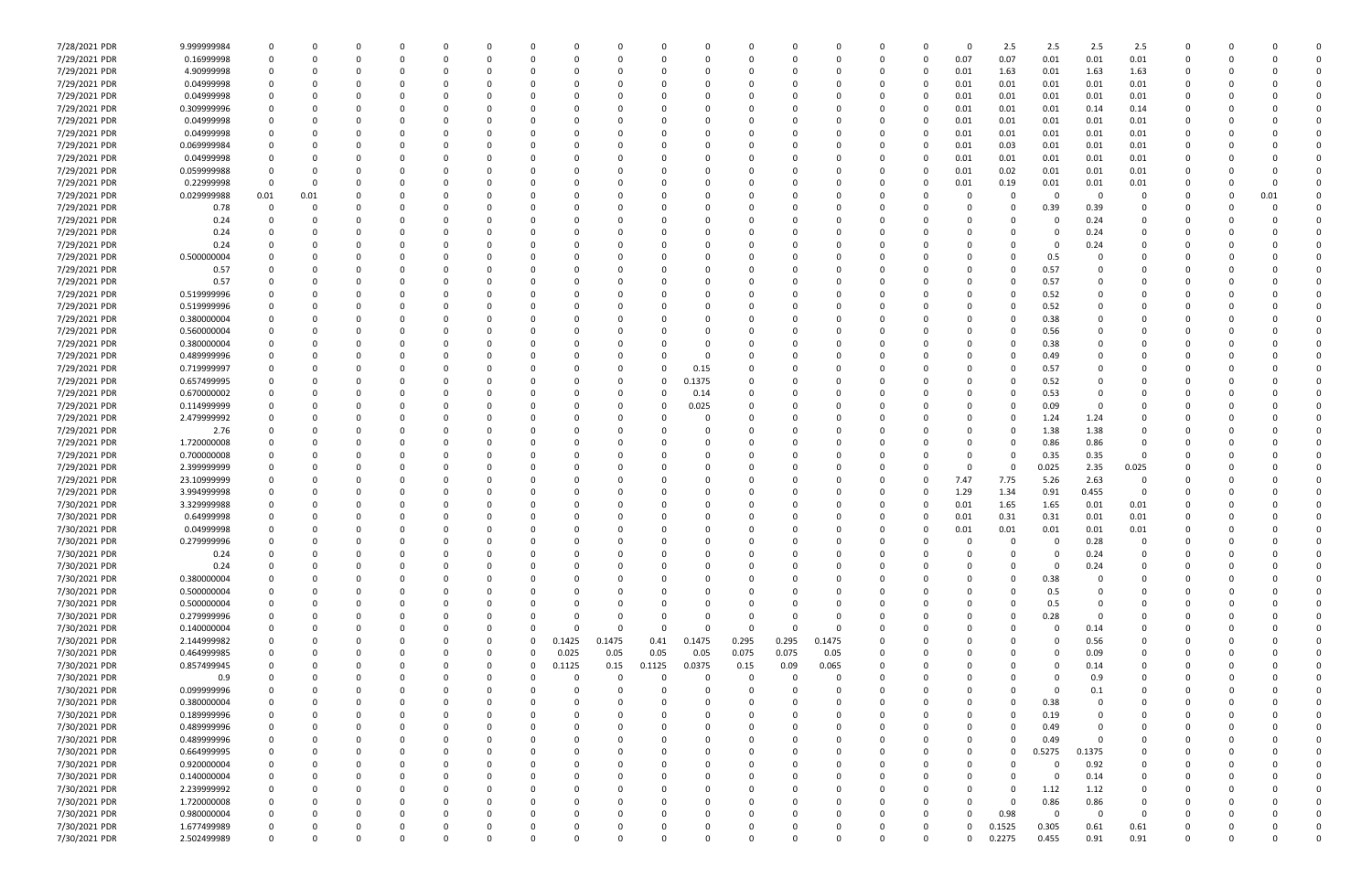| | | | | | | | | | | | | | | | | | | | | | | | | | | | | | | | |
|---|---|---|---|---|---|---|---|---|---|---|---|---|---|---|---|---|---|---|---|---|---|---|---|---|---|---|---|---|---|---|---|
| 7/28/2021 PDR | 9.999999984 | 0 | 0 | 0 | 0 | 0 | 0 | 0 | 0 | 0 | 0 | 0 | 0 | 0 | 0 | 0 | 0 | 0 | 0 | 0 | 0 | 0 | 2.5 | 2.5 | 2.5 | 2.5 | 0 | 0 | 0 | 0 | 0 |
| 7/29/2021 PDR | 0.16999998 | 0 | 0 | 0 | 0 | 0 | 0 | 0 | 0 | 0 | 0 | 0 | 0 | 0 | 0 | 0 | 0 | 0 | 0 | 0 | 0 | 0.07 | 0.07 | 0.01 | 0.01 | 0.01 | 0 | 0 | 0 | 0 | 0 |
| 7/29/2021 PDR | 4.90999998 | 0 | 0 | 0 | 0 | 0 | 0 | 0 | 0 | 0 | 0 | 0 | 0 | 0 | 0 | 0 | 0 | 0 | 0 | 0 | 0 | 0.01 | 1.63 | 0.01 | 1.63 | 1.63 | 0 | 0 | 0 | 0 | 0 |
| 7/29/2021 PDR | 0.04999998 | 0 | 0 | 0 | 0 | 0 | 0 | 0 | 0 | 0 | 0 | 0 | 0 | 0 | 0 | 0 | 0 | 0 | 0 | 0 | 0 | 0.01 | 0.01 | 0.01 | 0.01 | 0.01 | 0 | 0 | 0 | 0 | 0 |
| 7/29/2021 PDR | 0.04999998 | 0 | 0 | 0 | 0 | 0 | 0 | 0 | 0 | 0 | 0 | 0 | 0 | 0 | 0 | 0 | 0 | 0 | 0 | 0 | 0 | 0.01 | 0.01 | 0.01 | 0.01 | 0.01 | 0 | 0 | 0 | 0 | 0 |
| 7/29/2021 PDR | 0.309999996 | 0 | 0 | 0 | 0 | 0 | 0 | 0 | 0 | 0 | 0 | 0 | 0 | 0 | 0 | 0 | 0 | 0 | 0 | 0 | 0 | 0.01 | 0.01 | 0.01 | 0.14 | 0.14 | 0 | 0 | 0 | 0 | 0 |
| 7/29/2021 PDR | 0.04999998 | 0 | 0 | 0 | 0 | 0 | 0 | 0 | 0 | 0 | 0 | 0 | 0 | 0 | 0 | 0 | 0 | 0 | 0 | 0 | 0 | 0.01 | 0.01 | 0.01 | 0.01 | 0.01 | 0 | 0 | 0 | 0 | 0 |
| 7/29/2021 PDR | 0.04999998 | 0 | 0 | 0 | 0 | 0 | 0 | 0 | 0 | 0 | 0 | 0 | 0 | 0 | 0 | 0 | 0 | 0 | 0 | 0 | 0 | 0.01 | 0.01 | 0.01 | 0.01 | 0.01 | 0 | 0 | 0 | 0 | 0 |
| 7/29/2021 PDR | 0.069999984 | 0 | 0 | 0 | 0 | 0 | 0 | 0 | 0 | 0 | 0 | 0 | 0 | 0 | 0 | 0 | 0 | 0 | 0 | 0 | 0 | 0.01 | 0.03 | 0.01 | 0.01 | 0.01 | 0 | 0 | 0 | 0 | 0 |
| 7/29/2021 PDR | 0.04999998 | 0 | 0 | 0 | 0 | 0 | 0 | 0 | 0 | 0 | 0 | 0 | 0 | 0 | 0 | 0 | 0 | 0 | 0 | 0 | 0 | 0.01 | 0.01 | 0.01 | 0.01 | 0.01 | 0 | 0 | 0 | 0 | 0 |
| 7/29/2021 PDR | 0.059999988 | 0 | 0 | 0 | 0 | 0 | 0 | 0 | 0 | 0 | 0 | 0 | 0 | 0 | 0 | 0 | 0 | 0 | 0 | 0 | 0 | 0.01 | 0.02 | 0.01 | 0.01 | 0.01 | 0 | 0 | 0 | 0 | 0 |
| 7/29/2021 PDR | 0.22999998 | 0 | 0 | 0 | 0 | 0 | 0 | 0 | 0 | 0 | 0 | 0 | 0 | 0 | 0 | 0 | 0 | 0 | 0 | 0 | 0 | 0.01 | 0.19 | 0.01 | 0.01 | 0.01 | 0 | 0 | 0 | 0 | 0 |
| 7/29/2021 PDR | 0.029999988 | 0.01 | 0.01 | 0 | 0 | 0 | 0 | 0 | 0 | 0 | 0 | 0 | 0 | 0 | 0 | 0 | 0 | 0 | 0 | 0 | 0 | 0 | 0 | 0 | 0 | 0 | 0 | 0 | 0 | 0.01 | 0 |
| 7/29/2021 PDR | 0.78 | 0 | 0 | 0 | 0 | 0 | 0 | 0 | 0 | 0 | 0 | 0 | 0 | 0 | 0 | 0 | 0 | 0 | 0 | 0 | 0 | 0 | 0 | 0.39 | 0.39 | 0 | 0 | 0 | 0 | 0 | 0 |
| 7/29/2021 PDR | 0.24 | 0 | 0 | 0 | 0 | 0 | 0 | 0 | 0 | 0 | 0 | 0 | 0 | 0 | 0 | 0 | 0 | 0 | 0 | 0 | 0 | 0 | 0 | 0 | 0.24 | 0 | 0 | 0 | 0 | 0 | 0 |
| 7/29/2021 PDR | 0.24 | 0 | 0 | 0 | 0 | 0 | 0 | 0 | 0 | 0 | 0 | 0 | 0 | 0 | 0 | 0 | 0 | 0 | 0 | 0 | 0 | 0 | 0 | 0 | 0.24 | 0 | 0 | 0 | 0 | 0 | 0 |
| 7/29/2021 PDR | 0.24 | 0 | 0 | 0 | 0 | 0 | 0 | 0 | 0 | 0 | 0 | 0 | 0 | 0 | 0 | 0 | 0 | 0 | 0 | 0 | 0 | 0 | 0 | 0 | 0.24 | 0 | 0 | 0 | 0 | 0 | 0 |
| 7/29/2021 PDR | 0.500000004 | 0 | 0 | 0 | 0 | 0 | 0 | 0 | 0 | 0 | 0 | 0 | 0 | 0 | 0 | 0 | 0 | 0 | 0 | 0 | 0 | 0 | 0 | 0.5 | 0 | 0 | 0 | 0 | 0 | 0 | 0 |
| 7/29/2021 PDR | 0.57 | 0 | 0 | 0 | 0 | 0 | 0 | 0 | 0 | 0 | 0 | 0 | 0 | 0 | 0 | 0 | 0 | 0 | 0 | 0 | 0 | 0 | 0 | 0.57 | 0 | 0 | 0 | 0 | 0 | 0 | 0 |
| 7/29/2021 PDR | 0.57 | 0 | 0 | 0 | 0 | 0 | 0 | 0 | 0 | 0 | 0 | 0 | 0 | 0 | 0 | 0 | 0 | 0 | 0 | 0 | 0 | 0 | 0 | 0.57 | 0 | 0 | 0 | 0 | 0 | 0 | 0 |
| 7/29/2021 PDR | 0.519999996 | 0 | 0 | 0 | 0 | 0 | 0 | 0 | 0 | 0 | 0 | 0 | 0 | 0 | 0 | 0 | 0 | 0 | 0 | 0 | 0 | 0 | 0 | 0.52 | 0 | 0 | 0 | 0 | 0 | 0 | 0 |
| 7/29/2021 PDR | 0.519999996 | 0 | 0 | 0 | 0 | 0 | 0 | 0 | 0 | 0 | 0 | 0 | 0 | 0 | 0 | 0 | 0 | 0 | 0 | 0 | 0 | 0 | 0 | 0.52 | 0 | 0 | 0 | 0 | 0 | 0 | 0 |
| 7/29/2021 PDR | 0.380000004 | 0 | 0 | 0 | 0 | 0 | 0 | 0 | 0 | 0 | 0 | 0 | 0 | 0 | 0 | 0 | 0 | 0 | 0 | 0 | 0 | 0 | 0 | 0.38 | 0 | 0 | 0 | 0 | 0 | 0 | 0 |
| 7/29/2021 PDR | 0.560000004 | 0 | 0 | 0 | 0 | 0 | 0 | 0 | 0 | 0 | 0 | 0 | 0 | 0 | 0 | 0 | 0 | 0 | 0 | 0 | 0 | 0 | 0 | 0.56 | 0 | 0 | 0 | 0 | 0 | 0 | 0 |
| 7/29/2021 PDR | 0.380000004 | 0 | 0 | 0 | 0 | 0 | 0 | 0 | 0 | 0 | 0 | 0 | 0 | 0 | 0 | 0 | 0 | 0 | 0 | 0 | 0 | 0 | 0 | 0.38 | 0 | 0 | 0 | 0 | 0 | 0 | 0 |
| 7/29/2021 PDR | 0.489999996 | 0 | 0 | 0 | 0 | 0 | 0 | 0 | 0 | 0 | 0 | 0 | 0 | 0 | 0 | 0 | 0 | 0 | 0 | 0 | 0 | 0 | 0 | 0.49 | 0 | 0 | 0 | 0 | 0 | 0 | 0 |
| 7/29/2021 PDR | 0.719999997 | 0 | 0 | 0 | 0 | 0 | 0 | 0 | 0 | 0 | 0 | 0 | 0 | 0.15 | 0 | 0 | 0 | 0 | 0 | 0 | 0 | 0 | 0 | 0.57 | 0 | 0 | 0 | 0 | 0 | 0 | 0 |
| 7/29/2021 PDR | 0.657499995 | 0 | 0 | 0 | 0 | 0 | 0 | 0 | 0 | 0 | 0 | 0 | 0 | 0.1375 | 0 | 0 | 0 | 0 | 0 | 0 | 0 | 0 | 0 | 0.52 | 0 | 0 | 0 | 0 | 0 | 0 | 0 |
| 7/29/2021 PDR | 0.670000002 | 0 | 0 | 0 | 0 | 0 | 0 | 0 | 0 | 0 | 0 | 0 | 0 | 0.14 | 0 | 0 | 0 | 0 | 0 | 0 | 0 | 0 | 0 | 0.53 | 0 | 0 | 0 | 0 | 0 | 0 | 0 |
| 7/29/2021 PDR | 0.114999999 | 0 | 0 | 0 | 0 | 0 | 0 | 0 | 0 | 0 | 0 | 0 | 0 | 0.025 | 0 | 0 | 0 | 0 | 0 | 0 | 0 | 0 | 0 | 0.09 | 0 | 0 | 0 | 0 | 0 | 0 | 0 |
| 7/29/2021 PDR | 2.479999992 | 0 | 0 | 0 | 0 | 0 | 0 | 0 | 0 | 0 | 0 | 0 | 0 | 0 | 0 | 0 | 0 | 0 | 0 | 0 | 0 | 0 | 0 | 1.24 | 1.24 | 0 | 0 | 0 | 0 | 0 | 0 |
| 7/29/2021 PDR | 2.76 | 0 | 0 | 0 | 0 | 0 | 0 | 0 | 0 | 0 | 0 | 0 | 0 | 0 | 0 | 0 | 0 | 0 | 0 | 0 | 0 | 0 | 0 | 1.38 | 1.38 | 0 | 0 | 0 | 0 | 0 | 0 |
| 7/29/2021 PDR | 1.720000008 | 0 | 0 | 0 | 0 | 0 | 0 | 0 | 0 | 0 | 0 | 0 | 0 | 0 | 0 | 0 | 0 | 0 | 0 | 0 | 0 | 0 | 0 | 0.86 | 0.86 | 0 | 0 | 0 | 0 | 0 | 0 |
| 7/29/2021 PDR | 0.700000008 | 0 | 0 | 0 | 0 | 0 | 0 | 0 | 0 | 0 | 0 | 0 | 0 | 0 | 0 | 0 | 0 | 0 | 0 | 0 | 0 | 0 | 0 | 0.35 | 0.35 | 0 | 0 | 0 | 0 | 0 | 0 |
| 7/29/2021 PDR | 2.399999999 | 0 | 0 | 0 | 0 | 0 | 0 | 0 | 0 | 0 | 0 | 0 | 0 | 0 | 0 | 0 | 0 | 0 | 0 | 0 | 0 | 0 | 0 | 0.025 | 2.35 | 0.025 | 0 | 0 | 0 | 0 | 0 |
| 7/29/2021 PDR | 23.10999999 | 0 | 0 | 0 | 0 | 0 | 0 | 0 | 0 | 0 | 0 | 0 | 0 | 0 | 0 | 0 | 0 | 0 | 0 | 0 | 0 | 7.47 | 7.75 | 5.26 | 2.63 | 0 | 0 | 0 | 0 | 0 | 0 |
| 7/29/2021 PDR | 3.994999998 | 0 | 0 | 0 | 0 | 0 | 0 | 0 | 0 | 0 | 0 | 0 | 0 | 0 | 0 | 0 | 0 | 0 | 0 | 0 | 0 | 1.29 | 1.34 | 0.91 | 0.455 | 0 | 0 | 0 | 0 | 0 | 0 |
| 7/30/2021 PDR | 3.329999988 | 0 | 0 | 0 | 0 | 0 | 0 | 0 | 0 | 0 | 0 | 0 | 0 | 0 | 0 | 0 | 0 | 0 | 0 | 0 | 0 | 0.01 | 1.65 | 1.65 | 0.01 | 0.01 | 0 | 0 | 0 | 0 | 0 |
| 7/30/2021 PDR | 0.64999998 | 0 | 0 | 0 | 0 | 0 | 0 | 0 | 0 | 0 | 0 | 0 | 0 | 0 | 0 | 0 | 0 | 0 | 0 | 0 | 0 | 0.01 | 0.31 | 0.31 | 0.01 | 0.01 | 0 | 0 | 0 | 0 | 0 |
| 7/30/2021 PDR | 0.04999998 | 0 | 0 | 0 | 0 | 0 | 0 | 0 | 0 | 0 | 0 | 0 | 0 | 0 | 0 | 0 | 0 | 0 | 0 | 0 | 0 | 0.01 | 0.01 | 0.01 | 0.01 | 0.01 | 0 | 0 | 0 | 0 | 0 |
| 7/30/2021 PDR | 0.279999996 | 0 | 0 | 0 | 0 | 0 | 0 | 0 | 0 | 0 | 0 | 0 | 0 | 0 | 0 | 0 | 0 | 0 | 0 | 0 | 0 | 0 | 0 | 0 | 0.28 | 0 | 0 | 0 | 0 | 0 | 0 |
| 7/30/2021 PDR | 0.24 | 0 | 0 | 0 | 0 | 0 | 0 | 0 | 0 | 0 | 0 | 0 | 0 | 0 | 0 | 0 | 0 | 0 | 0 | 0 | 0 | 0 | 0 | 0 | 0.24 | 0 | 0 | 0 | 0 | 0 | 0 |
| 7/30/2021 PDR | 0.24 | 0 | 0 | 0 | 0 | 0 | 0 | 0 | 0 | 0 | 0 | 0 | 0 | 0 | 0 | 0 | 0 | 0 | 0 | 0 | 0 | 0 | 0 | 0 | 0.24 | 0 | 0 | 0 | 0 | 0 | 0 |
| 7/30/2021 PDR | 0.380000004 | 0 | 0 | 0 | 0 | 0 | 0 | 0 | 0 | 0 | 0 | 0 | 0 | 0 | 0 | 0 | 0 | 0 | 0 | 0 | 0 | 0 | 0 | 0.38 | 0 | 0 | 0 | 0 | 0 | 0 | 0 |
| 7/30/2021 PDR | 0.500000004 | 0 | 0 | 0 | 0 | 0 | 0 | 0 | 0 | 0 | 0 | 0 | 0 | 0 | 0 | 0 | 0 | 0 | 0 | 0 | 0 | 0 | 0 | 0.5 | 0 | 0 | 0 | 0 | 0 | 0 | 0 |
| 7/30/2021 PDR | 0.500000004 | 0 | 0 | 0 | 0 | 0 | 0 | 0 | 0 | 0 | 0 | 0 | 0 | 0 | 0 | 0 | 0 | 0 | 0 | 0 | 0 | 0 | 0 | 0.5 | 0 | 0 | 0 | 0 | 0 | 0 | 0 |
| 7/30/2021 PDR | 0.279999996 | 0 | 0 | 0 | 0 | 0 | 0 | 0 | 0 | 0 | 0 | 0 | 0 | 0 | 0 | 0 | 0 | 0 | 0 | 0 | 0 | 0 | 0 | 0.28 | 0 | 0 | 0 | 0 | 0 | 0 | 0 |
| 7/30/2021 PDR | 0.140000004 | 0 | 0 | 0 | 0 | 0 | 0 | 0 | 0 | 0 | 0 | 0 | 0 | 0 | 0 | 0 | 0 | 0 | 0 | 0 | 0 | 0 | 0 | 0 | 0.14 | 0 | 0 | 0 | 0 | 0 | 0 |
| 7/30/2021 PDR | 2.144999982 | 0 | 0 | 0 | 0 | 0 | 0 | 0 | 0 | 0 | 0.1425 | 0.1475 | 0.41 | 0.1475 | 0.295 | 0.295 | 0.1475 | 0 | 0 | 0 | 0 | 0 | 0 | 0 | 0.56 | 0 | 0 | 0 | 0 | 0 | 0 |
| 7/30/2021 PDR | 0.464999985 | 0 | 0 | 0 | 0 | 0 | 0 | 0 | 0 | 0 | 0.025 | 0.05 | 0.05 | 0.05 | 0.075 | 0.075 | 0.05 | 0 | 0 | 0 | 0 | 0 | 0 | 0 | 0.09 | 0 | 0 | 0 | 0 | 0 | 0 |
| 7/30/2021 PDR | 0.857499945 | 0 | 0 | 0 | 0 | 0 | 0 | 0 | 0 | 0 | 0.1125 | 0.15 | 0.1125 | 0.0375 | 0.15 | 0.09 | 0.065 | 0 | 0 | 0 | 0 | 0 | 0 | 0 | 0.14 | 0 | 0 | 0 | 0 | 0 | 0 |
| 7/30/2021 PDR | 0.9 | 0 | 0 | 0 | 0 | 0 | 0 | 0 | 0 | 0 | 0 | 0 | 0 | 0 | 0 | 0 | 0 | 0 | 0 | 0 | 0 | 0 | 0 | 0 | 0.9 | 0 | 0 | 0 | 0 | 0 | 0 |
| 7/30/2021 PDR | 0.099999996 | 0 | 0 | 0 | 0 | 0 | 0 | 0 | 0 | 0 | 0 | 0 | 0 | 0 | 0 | 0 | 0 | 0 | 0 | 0 | 0 | 0 | 0 | 0 | 0.1 | 0 | 0 | 0 | 0 | 0 | 0 |
| 7/30/2021 PDR | 0.380000004 | 0 | 0 | 0 | 0 | 0 | 0 | 0 | 0 | 0 | 0 | 0 | 0 | 0 | 0 | 0 | 0 | 0 | 0 | 0 | 0 | 0 | 0 | 0.38 | 0 | 0 | 0 | 0 | 0 | 0 | 0 |
| 7/30/2021 PDR | 0.189999996 | 0 | 0 | 0 | 0 | 0 | 0 | 0 | 0 | 0 | 0 | 0 | 0 | 0 | 0 | 0 | 0 | 0 | 0 | 0 | 0 | 0 | 0 | 0.19 | 0 | 0 | 0 | 0 | 0 | 0 | 0 |
| 7/30/2021 PDR | 0.489999996 | 0 | 0 | 0 | 0 | 0 | 0 | 0 | 0 | 0 | 0 | 0 | 0 | 0 | 0 | 0 | 0 | 0 | 0 | 0 | 0 | 0 | 0 | 0.49 | 0 | 0 | 0 | 0 | 0 | 0 | 0 |
| 7/30/2021 PDR | 0.489999996 | 0 | 0 | 0 | 0 | 0 | 0 | 0 | 0 | 0 | 0 | 0 | 0 | 0 | 0 | 0 | 0 | 0 | 0 | 0 | 0 | 0 | 0 | 0.49 | 0 | 0 | 0 | 0 | 0 | 0 | 0 |
| 7/30/2021 PDR | 0.664999995 | 0 | 0 | 0 | 0 | 0 | 0 | 0 | 0 | 0 | 0 | 0 | 0 | 0 | 0 | 0 | 0 | 0 | 0 | 0 | 0 | 0 | 0 | 0.5275 | 0.1375 | 0 | 0 | 0 | 0 | 0 | 0 |
| 7/30/2021 PDR | 0.920000004 | 0 | 0 | 0 | 0 | 0 | 0 | 0 | 0 | 0 | 0 | 0 | 0 | 0 | 0 | 0 | 0 | 0 | 0 | 0 | 0 | 0 | 0 | 0 | 0.92 | 0 | 0 | 0 | 0 | 0 | 0 |
| 7/30/2021 PDR | 0.140000004 | 0 | 0 | 0 | 0 | 0 | 0 | 0 | 0 | 0 | 0 | 0 | 0 | 0 | 0 | 0 | 0 | 0 | 0 | 0 | 0 | 0 | 0 | 0 | 0.14 | 0 | 0 | 0 | 0 | 0 | 0 |
| 7/30/2021 PDR | 2.239999992 | 0 | 0 | 0 | 0 | 0 | 0 | 0 | 0 | 0 | 0 | 0 | 0 | 0 | 0 | 0 | 0 | 0 | 0 | 0 | 0 | 0 | 0 | 1.12 | 1.12 | 0 | 0 | 0 | 0 | 0 | 0 |
| 7/30/2021 PDR | 1.720000008 | 0 | 0 | 0 | 0 | 0 | 0 | 0 | 0 | 0 | 0 | 0 | 0 | 0 | 0 | 0 | 0 | 0 | 0 | 0 | 0 | 0 | 0 | 0.86 | 0.86 | 0 | 0 | 0 | 0 | 0 | 0 |
| 7/30/2021 PDR | 0.980000004 | 0 | 0 | 0 | 0 | 0 | 0 | 0 | 0 | 0 | 0 | 0 | 0 | 0 | 0 | 0 | 0 | 0 | 0 | 0 | 0 | 0 | 0.98 | 0 | 0 | 0 | 0 | 0 | 0 | 0 | 0 |
| 7/30/2021 PDR | 1.677499989 | 0 | 0 | 0 | 0 | 0 | 0 | 0 | 0 | 0 | 0 | 0 | 0 | 0 | 0 | 0 | 0 | 0 | 0 | 0 | 0 | 0 | 0.1525 | 0.305 | 0.61 | 0.61 | 0 | 0 | 0 | 0 | 0 |
| 7/30/2021 PDR | 2.502499989 | 0 | 0 | 0 | 0 | 0 | 0 | 0 | 0 | 0 | 0 | 0 | 0 | 0 | 0 | 0 | 0 | 0 | 0 | 0 | 0 | 0 | 0.2275 | 0.455 | 0.91 | 0.91 | 0 | 0 | 0 | 0 | 0 |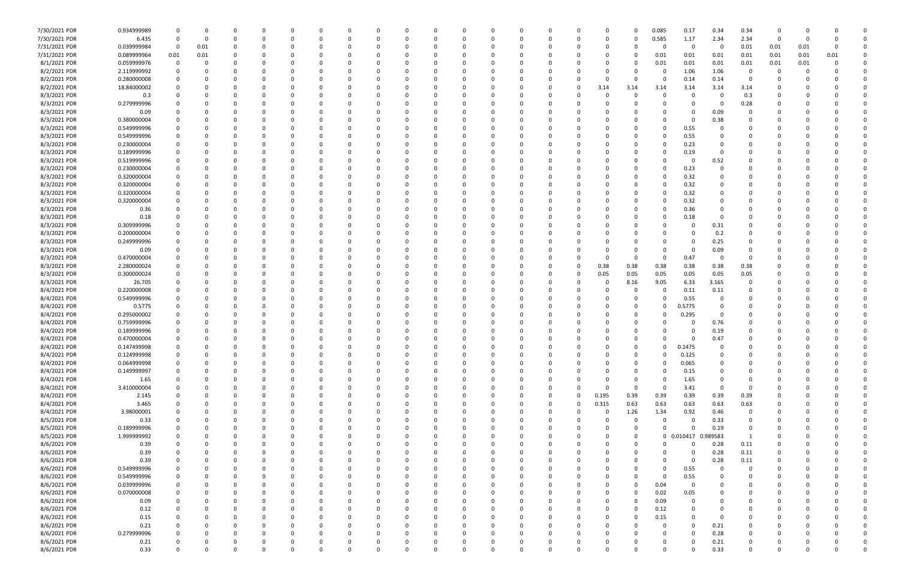| | | | | | | | | | | | | | | | | | | | | | | | | | | | | | | | | |
|---|---|---|---|---|---|---|---|---|---|---|---|---|---|---|---|---|---|---|---|---|---|---|---|---|---|---|---|---|---|---|---|---|
| 7/30/2021 | PDR | 0.934999989 | 0 | 0 | 0 | 0 | 0 | 0 | 0 | 0 | 0 | 0 | 0 | 0 | 0 | 0 | 0 | 0 | 0 | 0 | 0 | 0 | 0 | 0.085 | 0.17 | 0.34 | 0.34 | 0 | 0 | 0 | 0 | 0 |
| 7/30/2021 | PDR | 6.435 | 0 | 0 | 0 | 0 | 0 | 0 | 0 | 0 | 0 | 0 | 0 | 0 | 0 | 0 | 0 | 0 | 0 | 0 | 0 | 0 | 0 | 0.585 | 1.17 | 2.34 | 2.34 | 0 | 0 | 0 | 0 | 0 |
| 7/31/2021 | PDR | 0.039999984 | 0 | 0.01 | 0 | 0 | 0 | 0 | 0 | 0 | 0 | 0 | 0 | 0 | 0 | 0 | 0 | 0 | 0 | 0 | 0 | 0 | 0 | 0 | 0 | 0 | 0.01 | 0.01 | 0.01 | 0 | 0 | 0 |
| 7/31/2021 | PDR | 0.089999964 | 0.01 | 0.01 | 0 | 0 | 0 | 0 | 0 | 0 | 0 | 0 | 0 | 0 | 0 | 0 | 0 | 0 | 0 | 0 | 0 | 0 | 0 | 0.01 | 0.01 | 0.01 | 0.01 | 0.01 | 0.01 | 0.01 | 0 | 0 |
| 8/1/2021 | PDR | 0.059999976 | 0 | 0 | 0 | 0 | 0 | 0 | 0 | 0 | 0 | 0 | 0 | 0 | 0 | 0 | 0 | 0 | 0 | 0 | 0 | 0 | 0 | 0.01 | 0.01 | 0.01 | 0.01 | 0.01 | 0.01 | 0 | 0 | 0 |
| 8/2/2021 | PDR | 2.119999992 | 0 | 0 | 0 | 0 | 0 | 0 | 0 | 0 | 0 | 0 | 0 | 0 | 0 | 0 | 0 | 0 | 0 | 0 | 0 | 0 | 0 | 0 | 1.06 | 1.06 | 0 | 0 | 0 | 0 | 0 | 0 |
| 8/2/2021 | PDR | 0.280000008 | 0 | 0 | 0 | 0 | 0 | 0 | 0 | 0 | 0 | 0 | 0 | 0 | 0 | 0 | 0 | 0 | 0 | 0 | 0 | 0 | 0 | 0 | 0.14 | 0.14 | 0 | 0 | 0 | 0 | 0 | 0 |
| 8/2/2021 | PDR | 18.84000002 | 0 | 0 | 0 | 0 | 0 | 0 | 0 | 0 | 0 | 0 | 0 | 0 | 0 | 0 | 0 | 0 | 0 | 0 | 0 | 3.14 | 3.14 | 3.14 | 3.14 | 3.14 | 3.14 | 0 | 0 | 0 | 0 | 0 |
| 8/3/2021 | PDR | 0.3 | 0 | 0 | 0 | 0 | 0 | 0 | 0 | 0 | 0 | 0 | 0 | 0 | 0 | 0 | 0 | 0 | 0 | 0 | 0 | 0 | 0 | 0 | 0 | 0 | 0.3 | 0 | 0 | 0 | 0 | 0 |
| 8/3/2021 | PDR | 0.279999996 | 0 | 0 | 0 | 0 | 0 | 0 | 0 | 0 | 0 | 0 | 0 | 0 | 0 | 0 | 0 | 0 | 0 | 0 | 0 | 0 | 0 | 0 | 0 | 0 | 0.28 | 0 | 0 | 0 | 0 | 0 |
| 8/3/2021 | PDR | 0.09 | 0 | 0 | 0 | 0 | 0 | 0 | 0 | 0 | 0 | 0 | 0 | 0 | 0 | 0 | 0 | 0 | 0 | 0 | 0 | 0 | 0 | 0 | 0 | 0.09 | 0 | 0 | 0 | 0 | 0 | 0 |
| 8/3/2021 | PDR | 0.380000004 | 0 | 0 | 0 | 0 | 0 | 0 | 0 | 0 | 0 | 0 | 0 | 0 | 0 | 0 | 0 | 0 | 0 | 0 | 0 | 0 | 0 | 0 | 0 | 0.38 | 0 | 0 | 0 | 0 | 0 | 0 |
| 8/3/2021 | PDR | 0.549999996 | 0 | 0 | 0 | 0 | 0 | 0 | 0 | 0 | 0 | 0 | 0 | 0 | 0 | 0 | 0 | 0 | 0 | 0 | 0 | 0 | 0 | 0 | 0.55 | 0 | 0 | 0 | 0 | 0 | 0 | 0 |
| 8/3/2021 | PDR | 0.549999996 | 0 | 0 | 0 | 0 | 0 | 0 | 0 | 0 | 0 | 0 | 0 | 0 | 0 | 0 | 0 | 0 | 0 | 0 | 0 | 0 | 0 | 0 | 0.55 | 0 | 0 | 0 | 0 | 0 | 0 | 0 |
| 8/3/2021 | PDR | 0.230000004 | 0 | 0 | 0 | 0 | 0 | 0 | 0 | 0 | 0 | 0 | 0 | 0 | 0 | 0 | 0 | 0 | 0 | 0 | 0 | 0 | 0 | 0 | 0.23 | 0 | 0 | 0 | 0 | 0 | 0 | 0 |
| 8/3/2021 | PDR | 0.189999996 | 0 | 0 | 0 | 0 | 0 | 0 | 0 | 0 | 0 | 0 | 0 | 0 | 0 | 0 | 0 | 0 | 0 | 0 | 0 | 0 | 0 | 0 | 0.19 | 0 | 0 | 0 | 0 | 0 | 0 | 0 |
| 8/3/2021 | PDR | 0.519999996 | 0 | 0 | 0 | 0 | 0 | 0 | 0 | 0 | 0 | 0 | 0 | 0 | 0 | 0 | 0 | 0 | 0 | 0 | 0 | 0 | 0 | 0 | 0 | 0.52 | 0 | 0 | 0 | 0 | 0 | 0 |
| 8/3/2021 | PDR | 0.230000004 | 0 | 0 | 0 | 0 | 0 | 0 | 0 | 0 | 0 | 0 | 0 | 0 | 0 | 0 | 0 | 0 | 0 | 0 | 0 | 0 | 0 | 0 | 0.23 | 0 | 0 | 0 | 0 | 0 | 0 | 0 |
| 8/3/2021 | PDR | 0.320000004 | 0 | 0 | 0 | 0 | 0 | 0 | 0 | 0 | 0 | 0 | 0 | 0 | 0 | 0 | 0 | 0 | 0 | 0 | 0 | 0 | 0 | 0 | 0.32 | 0 | 0 | 0 | 0 | 0 | 0 | 0 |
| 8/3/2021 | PDR | 0.320000004 | 0 | 0 | 0 | 0 | 0 | 0 | 0 | 0 | 0 | 0 | 0 | 0 | 0 | 0 | 0 | 0 | 0 | 0 | 0 | 0 | 0 | 0 | 0.32 | 0 | 0 | 0 | 0 | 0 | 0 | 0 |
| 8/3/2021 | PDR | 0.320000004 | 0 | 0 | 0 | 0 | 0 | 0 | 0 | 0 | 0 | 0 | 0 | 0 | 0 | 0 | 0 | 0 | 0 | 0 | 0 | 0 | 0 | 0 | 0.32 | 0 | 0 | 0 | 0 | 0 | 0 | 0 |
| 8/3/2021 | PDR | 0.320000004 | 0 | 0 | 0 | 0 | 0 | 0 | 0 | 0 | 0 | 0 | 0 | 0 | 0 | 0 | 0 | 0 | 0 | 0 | 0 | 0 | 0 | 0 | 0.32 | 0 | 0 | 0 | 0 | 0 | 0 | 0 |
| 8/3/2021 | PDR | 0.36 | 0 | 0 | 0 | 0 | 0 | 0 | 0 | 0 | 0 | 0 | 0 | 0 | 0 | 0 | 0 | 0 | 0 | 0 | 0 | 0 | 0 | 0 | 0.36 | 0 | 0 | 0 | 0 | 0 | 0 | 0 |
| 8/3/2021 | PDR | 0.18 | 0 | 0 | 0 | 0 | 0 | 0 | 0 | 0 | 0 | 0 | 0 | 0 | 0 | 0 | 0 | 0 | 0 | 0 | 0 | 0 | 0 | 0 | 0.18 | 0 | 0 | 0 | 0 | 0 | 0 | 0 |
| 8/3/2021 | PDR | 0.309999996 | 0 | 0 | 0 | 0 | 0 | 0 | 0 | 0 | 0 | 0 | 0 | 0 | 0 | 0 | 0 | 0 | 0 | 0 | 0 | 0 | 0 | 0 | 0 | 0.31 | 0 | 0 | 0 | 0 | 0 | 0 |
| 8/3/2021 | PDR | 0.200000004 | 0 | 0 | 0 | 0 | 0 | 0 | 0 | 0 | 0 | 0 | 0 | 0 | 0 | 0 | 0 | 0 | 0 | 0 | 0 | 0 | 0 | 0 | 0 | 0.2 | 0 | 0 | 0 | 0 | 0 | 0 |
| 8/3/2021 | PDR | 0.249999996 | 0 | 0 | 0 | 0 | 0 | 0 | 0 | 0 | 0 | 0 | 0 | 0 | 0 | 0 | 0 | 0 | 0 | 0 | 0 | 0 | 0 | 0 | 0 | 0.25 | 0 | 0 | 0 | 0 | 0 | 0 |
| 8/3/2021 | PDR | 0.09 | 0 | 0 | 0 | 0 | 0 | 0 | 0 | 0 | 0 | 0 | 0 | 0 | 0 | 0 | 0 | 0 | 0 | 0 | 0 | 0 | 0 | 0 | 0 | 0.09 | 0 | 0 | 0 | 0 | 0 | 0 |
| 8/3/2021 | PDR | 0.470000004 | 0 | 0 | 0 | 0 | 0 | 0 | 0 | 0 | 0 | 0 | 0 | 0 | 0 | 0 | 0 | 0 | 0 | 0 | 0 | 0 | 0 | 0 | 0.47 | 0 | 0 | 0 | 0 | 0 | 0 | 0 |
| 8/3/2021 | PDR | 2.280000024 | 0 | 0 | 0 | 0 | 0 | 0 | 0 | 0 | 0 | 0 | 0 | 0 | 0 | 0 | 0 | 0 | 0 | 0 | 0 | 0.38 | 0.38 | 0.38 | 0.38 | 0.38 | 0.38 | 0 | 0 | 0 | 0 | 0 |
| 8/3/2021 | PDR | 0.300000024 | 0 | 0 | 0 | 0 | 0 | 0 | 0 | 0 | 0 | 0 | 0 | 0 | 0 | 0 | 0 | 0 | 0 | 0 | 0 | 0.05 | 0.05 | 0.05 | 0.05 | 0.05 | 0.05 | 0 | 0 | 0 | 0 | 0 |
| 8/3/2021 | PDR | 26.705 | 0 | 0 | 0 | 0 | 0 | 0 | 0 | 0 | 0 | 0 | 0 | 0 | 0 | 0 | 0 | 0 | 0 | 0 | 0 | 0 | 8.16 | 9.05 | 6.33 | 3.165 | 0 | 0 | 0 | 0 | 0 | 0 |
| 8/4/2021 | PDR | 0.220000008 | 0 | 0 | 0 | 0 | 0 | 0 | 0 | 0 | 0 | 0 | 0 | 0 | 0 | 0 | 0 | 0 | 0 | 0 | 0 | 0 | 0 | 0 | 0.11 | 0.11 | 0 | 0 | 0 | 0 | 0 | 0 |
| 8/4/2021 | PDR | 0.549999996 | 0 | 0 | 0 | 0 | 0 | 0 | 0 | 0 | 0 | 0 | 0 | 0 | 0 | 0 | 0 | 0 | 0 | 0 | 0 | 0 | 0 | 0 | 0.55 | 0 | 0 | 0 | 0 | 0 | 0 | 0 |
| 8/4/2021 | PDR | 0.5775 | 0 | 0 | 0 | 0 | 0 | 0 | 0 | 0 | 0 | 0 | 0 | 0 | 0 | 0 | 0 | 0 | 0 | 0 | 0 | 0 | 0 | 0 | 0.5775 | 0 | 0 | 0 | 0 | 0 | 0 | 0 |
| 8/4/2021 | PDR | 0.295000002 | 0 | 0 | 0 | 0 | 0 | 0 | 0 | 0 | 0 | 0 | 0 | 0 | 0 | 0 | 0 | 0 | 0 | 0 | 0 | 0 | 0 | 0 | 0.295 | 0 | 0 | 0 | 0 | 0 | 0 | 0 |
| 8/4/2021 | PDR | 0.759999996 | 0 | 0 | 0 | 0 | 0 | 0 | 0 | 0 | 0 | 0 | 0 | 0 | 0 | 0 | 0 | 0 | 0 | 0 | 0 | 0 | 0 | 0 | 0 | 0.76 | 0 | 0 | 0 | 0 | 0 | 0 |
| 8/4/2021 | PDR | 0.189999996 | 0 | 0 | 0 | 0 | 0 | 0 | 0 | 0 | 0 | 0 | 0 | 0 | 0 | 0 | 0 | 0 | 0 | 0 | 0 | 0 | 0 | 0 | 0 | 0.19 | 0 | 0 | 0 | 0 | 0 | 0 |
| 8/4/2021 | PDR | 0.470000004 | 0 | 0 | 0 | 0 | 0 | 0 | 0 | 0 | 0 | 0 | 0 | 0 | 0 | 0 | 0 | 0 | 0 | 0 | 0 | 0 | 0 | 0 | 0 | 0.47 | 0 | 0 | 0 | 0 | 0 | 0 |
| 8/4/2021 | PDR | 0.147499998 | 0 | 0 | 0 | 0 | 0 | 0 | 0 | 0 | 0 | 0 | 0 | 0 | 0 | 0 | 0 | 0 | 0 | 0 | 0 | 0 | 0 | 0 | 0.1475 | 0 | 0 | 0 | 0 | 0 | 0 | 0 |
| 8/4/2021 | PDR | 0.124999998 | 0 | 0 | 0 | 0 | 0 | 0 | 0 | 0 | 0 | 0 | 0 | 0 | 0 | 0 | 0 | 0 | 0 | 0 | 0 | 0 | 0 | 0 | 0.125 | 0 | 0 | 0 | 0 | 0 | 0 | 0 |
| 8/4/2021 | PDR | 0.064999998 | 0 | 0 | 0 | 0 | 0 | 0 | 0 | 0 | 0 | 0 | 0 | 0 | 0 | 0 | 0 | 0 | 0 | 0 | 0 | 0 | 0 | 0 | 0.065 | 0 | 0 | 0 | 0 | 0 | 0 | 0 |
| 8/4/2021 | PDR | 0.149999997 | 0 | 0 | 0 | 0 | 0 | 0 | 0 | 0 | 0 | 0 | 0 | 0 | 0 | 0 | 0 | 0 | 0 | 0 | 0 | 0 | 0 | 0 | 0.15 | 0 | 0 | 0 | 0 | 0 | 0 | 0 |
| 8/4/2021 | PDR | 1.65 | 0 | 0 | 0 | 0 | 0 | 0 | 0 | 0 | 0 | 0 | 0 | 0 | 0 | 0 | 0 | 0 | 0 | 0 | 0 | 0 | 0 | 0 | 1.65 | 0 | 0 | 0 | 0 | 0 | 0 | 0 |
| 8/4/2021 | PDR | 3.410000004 | 0 | 0 | 0 | 0 | 0 | 0 | 0 | 0 | 0 | 0 | 0 | 0 | 0 | 0 | 0 | 0 | 0 | 0 | 0 | 0 | 0 | 0 | 3.41 | 0 | 0 | 0 | 0 | 0 | 0 | 0 |
| 8/4/2021 | PDR | 2.145 | 0 | 0 | 0 | 0 | 0 | 0 | 0 | 0 | 0 | 0 | 0 | 0 | 0 | 0 | 0 | 0 | 0 | 0 | 0 | 0.195 | 0.39 | 0.39 | 0.39 | 0.39 | 0.39 | 0 | 0 | 0 | 0 | 0 |
| 8/4/2021 | PDR | 3.465 | 0 | 0 | 0 | 0 | 0 | 0 | 0 | 0 | 0 | 0 | 0 | 0 | 0 | 0 | 0 | 0 | 0 | 0 | 0 | 0.315 | 0.63 | 0.63 | 0.63 | 0.63 | 0.63 | 0 | 0 | 0 | 0 | 0 |
| 8/4/2021 | PDR | 3.98000001 | 0 | 0 | 0 | 0 | 0 | 0 | 0 | 0 | 0 | 0 | 0 | 0 | 0 | 0 | 0 | 0 | 0 | 0 | 0 | 0 | 1.26 | 1.34 | 0.92 | 0.46 | 0 | 0 | 0 | 0 | 0 | 0 |
| 8/5/2021 | PDR | 0.33 | 0 | 0 | 0 | 0 | 0 | 0 | 0 | 0 | 0 | 0 | 0 | 0 | 0 | 0 | 0 | 0 | 0 | 0 | 0 | 0 | 0 | 0 | 0 | 0.33 | 0 | 0 | 0 | 0 | 0 | 0 |
| 8/5/2021 | PDR | 0.189999996 | 0 | 0 | 0 | 0 | 0 | 0 | 0 | 0 | 0 | 0 | 0 | 0 | 0 | 0 | 0 | 0 | 0 | 0 | 0 | 0 | 0 | 0 | 0 | 0.19 | 0 | 0 | 0 | 0 | 0 | 0 |
| 8/5/2021 | PDR | 1.999999992 | 0 | 0 | 0 | 0 | 0 | 0 | 0 | 0 | 0 | 0 | 0 | 0 | 0 | 0 | 0 | 0 | 0 | 0 | 0 | 0 | 0 | 0 | 0.010417 | 0.989583 | 1 | 0 | 0 | 0 | 0 | 0 |
| 8/6/2021 | PDR | 0.39 | 0 | 0 | 0 | 0 | 0 | 0 | 0 | 0 | 0 | 0 | 0 | 0 | 0 | 0 | 0 | 0 | 0 | 0 | 0 | 0 | 0 | 0 | 0 | 0.28 | 0.11 | 0 | 0 | 0 | 0 | 0 |
| 8/6/2021 | PDR | 0.39 | 0 | 0 | 0 | 0 | 0 | 0 | 0 | 0 | 0 | 0 | 0 | 0 | 0 | 0 | 0 | 0 | 0 | 0 | 0 | 0 | 0 | 0 | 0 | 0.28 | 0.11 | 0 | 0 | 0 | 0 | 0 |
| 8/6/2021 | PDR | 0.39 | 0 | 0 | 0 | 0 | 0 | 0 | 0 | 0 | 0 | 0 | 0 | 0 | 0 | 0 | 0 | 0 | 0 | 0 | 0 | 0 | 0 | 0 | 0 | 0.28 | 0.11 | 0 | 0 | 0 | 0 | 0 |
| 8/6/2021 | PDR | 0.549999996 | 0 | 0 | 0 | 0 | 0 | 0 | 0 | 0 | 0 | 0 | 0 | 0 | 0 | 0 | 0 | 0 | 0 | 0 | 0 | 0 | 0 | 0 | 0.55 | 0 | 0 | 0 | 0 | 0 | 0 | 0 |
| 8/6/2021 | PDR | 0.549999996 | 0 | 0 | 0 | 0 | 0 | 0 | 0 | 0 | 0 | 0 | 0 | 0 | 0 | 0 | 0 | 0 | 0 | 0 | 0 | 0 | 0 | 0 | 0.55 | 0 | 0 | 0 | 0 | 0 | 0 | 0 |
| 8/6/2021 | PDR | 0.039999996 | 0 | 0 | 0 | 0 | 0 | 0 | 0 | 0 | 0 | 0 | 0 | 0 | 0 | 0 | 0 | 0 | 0 | 0 | 0 | 0 | 0 | 0.04 | 0 | 0 | 0 | 0 | 0 | 0 | 0 | 0 |
| 8/6/2021 | PDR | 0.070000008 | 0 | 0 | 0 | 0 | 0 | 0 | 0 | 0 | 0 | 0 | 0 | 0 | 0 | 0 | 0 | 0 | 0 | 0 | 0 | 0 | 0 | 0.02 | 0.05 | 0 | 0 | 0 | 0 | 0 | 0 | 0 |
| 8/6/2021 | PDR | 0.09 | 0 | 0 | 0 | 0 | 0 | 0 | 0 | 0 | 0 | 0 | 0 | 0 | 0 | 0 | 0 | 0 | 0 | 0 | 0 | 0 | 0 | 0.09 | 0 | 0 | 0 | 0 | 0 | 0 | 0 | 0 |
| 8/6/2021 | PDR | 0.12 | 0 | 0 | 0 | 0 | 0 | 0 | 0 | 0 | 0 | 0 | 0 | 0 | 0 | 0 | 0 | 0 | 0 | 0 | 0 | 0 | 0 | 0.12 | 0 | 0 | 0 | 0 | 0 | 0 | 0 | 0 |
| 8/6/2021 | PDR | 0.15 | 0 | 0 | 0 | 0 | 0 | 0 | 0 | 0 | 0 | 0 | 0 | 0 | 0 | 0 | 0 | 0 | 0 | 0 | 0 | 0 | 0 | 0.15 | 0 | 0 | 0 | 0 | 0 | 0 | 0 | 0 |
| 8/6/2021 | PDR | 0.21 | 0 | 0 | 0 | 0 | 0 | 0 | 0 | 0 | 0 | 0 | 0 | 0 | 0 | 0 | 0 | 0 | 0 | 0 | 0 | 0 | 0 | 0 | 0 | 0.21 | 0 | 0 | 0 | 0 | 0 | 0 |
| 8/6/2021 | PDR | 0.279999996 | 0 | 0 | 0 | 0 | 0 | 0 | 0 | 0 | 0 | 0 | 0 | 0 | 0 | 0 | 0 | 0 | 0 | 0 | 0 | 0 | 0 | 0 | 0 | 0.28 | 0 | 0 | 0 | 0 | 0 | 0 |
| 8/6/2021 | PDR | 0.21 | 0 | 0 | 0 | 0 | 0 | 0 | 0 | 0 | 0 | 0 | 0 | 0 | 0 | 0 | 0 | 0 | 0 | 0 | 0 | 0 | 0 | 0 | 0 | 0.21 | 0 | 0 | 0 | 0 | 0 | 0 |
| 8/6/2021 | PDR | 0.33 | 0 | 0 | 0 | 0 | 0 | 0 | 0 | 0 | 0 | 0 | 0 | 0 | 0 | 0 | 0 | 0 | 0 | 0 | 0 | 0 | 0 | 0 | 0 | 0.33 | 0 | 0 | 0 | 0 | 0 | 0 |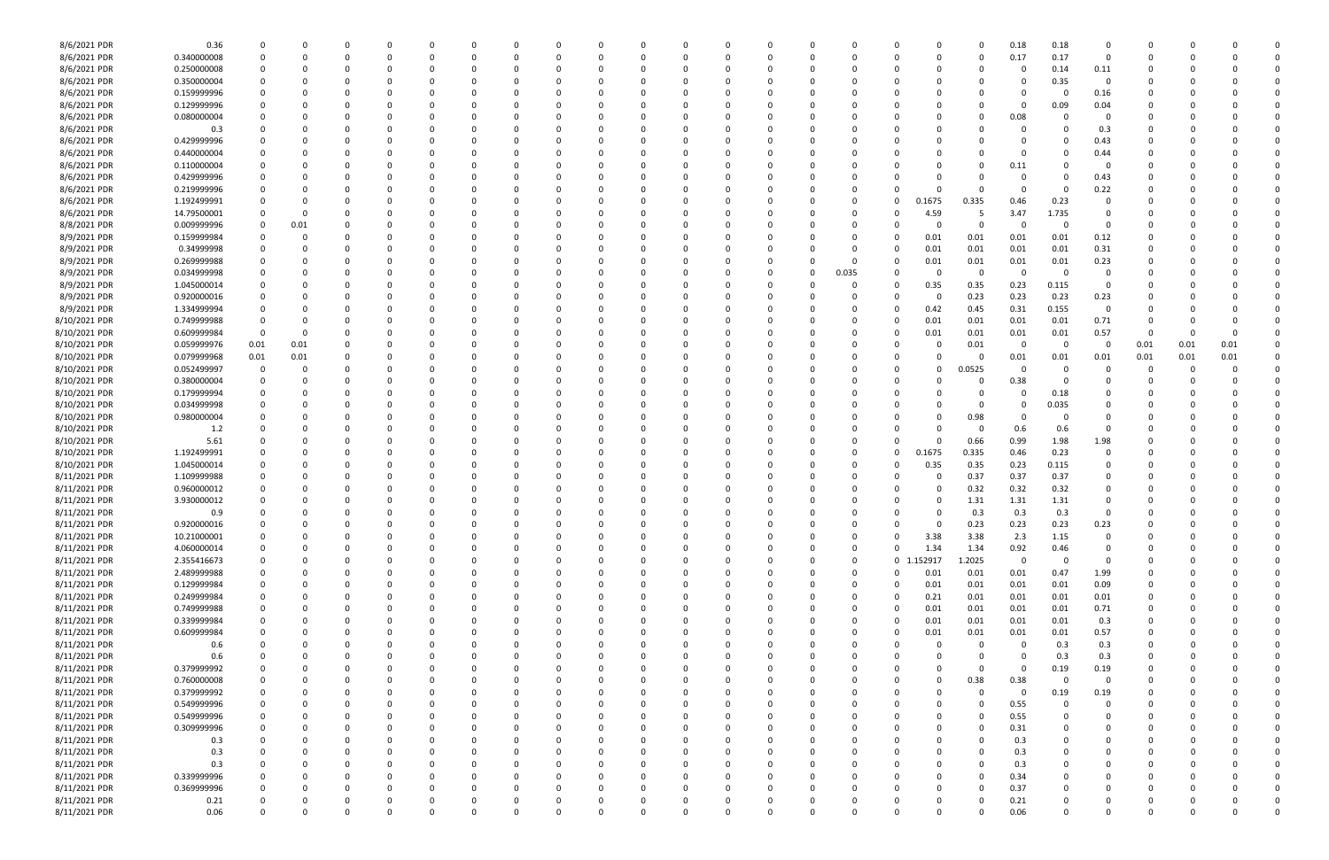| | | | | | | | | | | | | | | | | | | | | | | | | | | | | |
|---|---|---|---|---|---|---|---|---|---|---|---|---|---|---|---|---|---|---|---|---|---|---|---|---|---|---|---|---|
| 8/6/2021 PDR | 0.36 | 0 | 0 | 0 | 0 | 0 | 0 | 0 | 0 | 0 | 0 | 0 | 0 | 0 | 0 | 0 | 0 | 0 | 0 | 0 | 0 | 0.18 | 0.18 | 0 | 0 | 0 | 0 | 0 |
| 8/6/2021 PDR | 0.340000008 | 0 | 0 | 0 | 0 | 0 | 0 | 0 | 0 | 0 | 0 | 0 | 0 | 0 | 0 | 0 | 0 | 0 | 0 | 0 | 0 | 0.17 | 0.17 | 0 | 0 | 0 | 0 | 0 |
| 8/6/2021 PDR | 0.250000008 | 0 | 0 | 0 | 0 | 0 | 0 | 0 | 0 | 0 | 0 | 0 | 0 | 0 | 0 | 0 | 0 | 0 | 0 | 0 | 0 | 0 | 0.14 | 0.11 | 0 | 0 | 0 | 0 |
| 8/6/2021 PDR | 0.350000004 | 0 | 0 | 0 | 0 | 0 | 0 | 0 | 0 | 0 | 0 | 0 | 0 | 0 | 0 | 0 | 0 | 0 | 0 | 0 | 0 | 0 | 0.35 | 0 | 0 | 0 | 0 | 0 |
| 8/6/2021 PDR | 0.159999996 | 0 | 0 | 0 | 0 | 0 | 0 | 0 | 0 | 0 | 0 | 0 | 0 | 0 | 0 | 0 | 0 | 0 | 0 | 0 | 0 | 0 | 0 | 0.16 | 0 | 0 | 0 | 0 |
| 8/6/2021 PDR | 0.129999996 | 0 | 0 | 0 | 0 | 0 | 0 | 0 | 0 | 0 | 0 | 0 | 0 | 0 | 0 | 0 | 0 | 0 | 0 | 0 | 0 | 0 | 0.09 | 0.04 | 0 | 0 | 0 | 0 |
| 8/6/2021 PDR | 0.080000004 | 0 | 0 | 0 | 0 | 0 | 0 | 0 | 0 | 0 | 0 | 0 | 0 | 0 | 0 | 0 | 0 | 0 | 0 | 0 | 0 | 0.08 | 0 | 0 | 0 | 0 | 0 | 0 |
| 8/6/2021 PDR | 0.3 | 0 | 0 | 0 | 0 | 0 | 0 | 0 | 0 | 0 | 0 | 0 | 0 | 0 | 0 | 0 | 0 | 0 | 0 | 0 | 0 | 0 | 0 | 0.3 | 0 | 0 | 0 | 0 |
| 8/6/2021 PDR | 0.429999996 | 0 | 0 | 0 | 0 | 0 | 0 | 0 | 0 | 0 | 0 | 0 | 0 | 0 | 0 | 0 | 0 | 0 | 0 | 0 | 0 | 0 | 0 | 0.43 | 0 | 0 | 0 | 0 |
| 8/6/2021 PDR | 0.440000004 | 0 | 0 | 0 | 0 | 0 | 0 | 0 | 0 | 0 | 0 | 0 | 0 | 0 | 0 | 0 | 0 | 0 | 0 | 0 | 0 | 0 | 0 | 0.44 | 0 | 0 | 0 | 0 |
| 8/6/2021 PDR | 0.110000004 | 0 | 0 | 0 | 0 | 0 | 0 | 0 | 0 | 0 | 0 | 0 | 0 | 0 | 0 | 0 | 0 | 0 | 0 | 0 | 0 | 0.11 | 0 | 0 | 0 | 0 | 0 | 0 |
| 8/6/2021 PDR | 0.429999996 | 0 | 0 | 0 | 0 | 0 | 0 | 0 | 0 | 0 | 0 | 0 | 0 | 0 | 0 | 0 | 0 | 0 | 0 | 0 | 0 | 0 | 0 | 0.43 | 0 | 0 | 0 | 0 |
| 8/6/2021 PDR | 0.219999996 | 0 | 0 | 0 | 0 | 0 | 0 | 0 | 0 | 0 | 0 | 0 | 0 | 0 | 0 | 0 | 0 | 0 | 0 | 0 | 0 | 0 | 0 | 0.22 | 0 | 0 | 0 | 0 |
| 8/6/2021 PDR | 1.192499991 | 0 | 0 | 0 | 0 | 0 | 0 | 0 | 0 | 0 | 0 | 0 | 0 | 0 | 0 | 0 | 0 | 0 | 0.1675 | 0.335 | 0.46 | 0.23 | 0 | 0 | 0 | 0 | 0 | 0 |
| 8/6/2021 PDR | 14.79500001 | 0 | 0 | 0 | 0 | 0 | 0 | 0 | 0 | 0 | 0 | 0 | 0 | 0 | 0 | 0 | 0 | 0 | 4.59 | 5 | 3.47 | 1.735 | 0 | 0 | 0 | 0 | 0 | 0 |
| 8/8/2021 PDR | 0.009999996 | 0 | 0.01 | 0 | 0 | 0 | 0 | 0 | 0 | 0 | 0 | 0 | 0 | 0 | 0 | 0 | 0 | 0 | 0 | 0 | 0 | 0 | 0 | 0 | 0 | 0 | 0 | 0 |
| 8/9/2021 PDR | 0.159999984 | 0 | 0 | 0 | 0 | 0 | 0 | 0 | 0 | 0 | 0 | 0 | 0 | 0 | 0 | 0 | 0 | 0 | 0.01 | 0.01 | 0.01 | 0.01 | 0.12 | 0 | 0 | 0 | 0 | 0 |
| 8/9/2021 PDR | 0.34999998 | 0 | 0 | 0 | 0 | 0 | 0 | 0 | 0 | 0 | 0 | 0 | 0 | 0 | 0 | 0 | 0 | 0 | 0.01 | 0.01 | 0.01 | 0.01 | 0.31 | 0 | 0 | 0 | 0 | 0 |
| 8/9/2021 PDR | 0.269999988 | 0 | 0 | 0 | 0 | 0 | 0 | 0 | 0 | 0 | 0 | 0 | 0 | 0 | 0 | 0 | 0 | 0 | 0.01 | 0.01 | 0.01 | 0.01 | 0.23 | 0 | 0 | 0 | 0 | 0 |
| 8/9/2021 PDR | 0.034999998 | 0 | 0 | 0 | 0 | 0 | 0 | 0 | 0 | 0 | 0 | 0 | 0 | 0 | 0 | 0 | 0.035 | 0 | 0 | 0 | 0 | 0 | 0 | 0 | 0 | 0 | 0 | 0 |
| 8/9/2021 PDR | 1.045000014 | 0 | 0 | 0 | 0 | 0 | 0 | 0 | 0 | 0 | 0 | 0 | 0 | 0 | 0 | 0 | 0 | 0 | 0.35 | 0.35 | 0.23 | 0.115 | 0 | 0 | 0 | 0 | 0 | 0 |
| 8/9/2021 PDR | 0.920000016 | 0 | 0 | 0 | 0 | 0 | 0 | 0 | 0 | 0 | 0 | 0 | 0 | 0 | 0 | 0 | 0 | 0 | 0 | 0.23 | 0.23 | 0.23 | 0.23 | 0 | 0 | 0 | 0 | 0 |
| 8/9/2021 PDR | 1.334999994 | 0 | 0 | 0 | 0 | 0 | 0 | 0 | 0 | 0 | 0 | 0 | 0 | 0 | 0 | 0 | 0 | 0 | 0.42 | 0.45 | 0.31 | 0.155 | 0 | 0 | 0 | 0 | 0 | 0 |
| 8/10/2021 PDR | 0.749999988 | 0 | 0 | 0 | 0 | 0 | 0 | 0 | 0 | 0 | 0 | 0 | 0 | 0 | 0 | 0 | 0 | 0 | 0.01 | 0.01 | 0.01 | 0.01 | 0.71 | 0 | 0 | 0 | 0 | 0 |
| 8/10/2021 PDR | 0.609999984 | 0 | 0 | 0 | 0 | 0 | 0 | 0 | 0 | 0 | 0 | 0 | 0 | 0 | 0 | 0 | 0 | 0 | 0.01 | 0.01 | 0.01 | 0.01 | 0.57 | 0 | 0 | 0 | 0 | 0 |
| 8/10/2021 PDR | 0.059999976 | 0.01 | 0.01 | 0 | 0 | 0 | 0 | 0 | 0 | 0 | 0 | 0 | 0 | 0 | 0 | 0 | 0 | 0 | 0 | 0.01 | 0 | 0 | 0 | 0.01 | 0.01 | 0.01 | 0 |
| 8/10/2021 PDR | 0.079999968 | 0.01 | 0.01 | 0 | 0 | 0 | 0 | 0 | 0 | 0 | 0 | 0 | 0 | 0 | 0 | 0 | 0 | 0 | 0 | 0 | 0.01 | 0.01 | 0.01 | 0.01 | 0.01 | 0.01 | 0 |
| 8/10/2021 PDR | 0.052499997 | 0 | 0 | 0 | 0 | 0 | 0 | 0 | 0 | 0 | 0 | 0 | 0 | 0 | 0 | 0 | 0 | 0 | 0 | 0.0525 | 0 | 0 | 0 | 0 | 0 | 0 | 0 |
| 8/10/2021 PDR | 0.380000004 | 0 | 0 | 0 | 0 | 0 | 0 | 0 | 0 | 0 | 0 | 0 | 0 | 0 | 0 | 0 | 0 | 0 | 0 | 0 | 0.38 | 0 | 0 | 0 | 0 | 0 | 0 |
| 8/10/2021 PDR | 0.179999994 | 0 | 0 | 0 | 0 | 0 | 0 | 0 | 0 | 0 | 0 | 0 | 0 | 0 | 0 | 0 | 0 | 0 | 0 | 0 | 0 | 0.18 | 0 | 0 | 0 | 0 | 0 |
| 8/10/2021 PDR | 0.034999998 | 0 | 0 | 0 | 0 | 0 | 0 | 0 | 0 | 0 | 0 | 0 | 0 | 0 | 0 | 0 | 0 | 0 | 0 | 0 | 0 | 0.035 | 0 | 0 | 0 | 0 | 0 |
| 8/10/2021 PDR | 0.980000004 | 0 | 0 | 0 | 0 | 0 | 0 | 0 | 0 | 0 | 0 | 0 | 0 | 0 | 0 | 0 | 0 | 0 | 0 | 0.98 | 0 | 0 | 0 | 0 | 0 | 0 | 0 |
| 8/10/2021 PDR | 1.2 | 0 | 0 | 0 | 0 | 0 | 0 | 0 | 0 | 0 | 0 | 0 | 0 | 0 | 0 | 0 | 0 | 0 | 0 | 0 | 0.6 | 0.6 | 0 | 0 | 0 | 0 | 0 |
| 8/10/2021 PDR | 5.61 | 0 | 0 | 0 | 0 | 0 | 0 | 0 | 0 | 0 | 0 | 0 | 0 | 0 | 0 | 0 | 0 | 0 | 0 | 0.66 | 0.99 | 1.98 | 1.98 | 0 | 0 | 0 | 0 |
| 8/10/2021 PDR | 1.192499991 | 0 | 0 | 0 | 0 | 0 | 0 | 0 | 0 | 0 | 0 | 0 | 0 | 0 | 0 | 0 | 0 | 0 | 0.1675 | 0.335 | 0.46 | 0.23 | 0 | 0 | 0 | 0 | 0 |
| 8/10/2021 PDR | 1.045000014 | 0 | 0 | 0 | 0 | 0 | 0 | 0 | 0 | 0 | 0 | 0 | 0 | 0 | 0 | 0 | 0 | 0 | 0.35 | 0.35 | 0.23 | 0.115 | 0 | 0 | 0 | 0 | 0 |
| 8/11/2021 PDR | 1.109999988 | 0 | 0 | 0 | 0 | 0 | 0 | 0 | 0 | 0 | 0 | 0 | 0 | 0 | 0 | 0 | 0 | 0 | 0 | 0.37 | 0.37 | 0.37 | 0 | 0 | 0 | 0 | 0 |
| 8/11/2021 PDR | 0.960000012 | 0 | 0 | 0 | 0 | 0 | 0 | 0 | 0 | 0 | 0 | 0 | 0 | 0 | 0 | 0 | 0 | 0 | 0 | 0.32 | 0.32 | 0.32 | 0 | 0 | 0 | 0 | 0 |
| 8/11/2021 PDR | 3.930000012 | 0 | 0 | 0 | 0 | 0 | 0 | 0 | 0 | 0 | 0 | 0 | 0 | 0 | 0 | 0 | 0 | 0 | 0 | 1.31 | 1.31 | 1.31 | 0 | 0 | 0 | 0 | 0 |
| 8/11/2021 PDR | 0.9 | 0 | 0 | 0 | 0 | 0 | 0 | 0 | 0 | 0 | 0 | 0 | 0 | 0 | 0 | 0 | 0 | 0 | 0 | 0.3 | 0.3 | 0.3 | 0 | 0 | 0 | 0 | 0 |
| 8/11/2021 PDR | 0.920000016 | 0 | 0 | 0 | 0 | 0 | 0 | 0 | 0 | 0 | 0 | 0 | 0 | 0 | 0 | 0 | 0 | 0 | 0 | 0.23 | 0.23 | 0.23 | 0.23 | 0 | 0 | 0 | 0 |
| 8/11/2021 PDR | 10.21000001 | 0 | 0 | 0 | 0 | 0 | 0 | 0 | 0 | 0 | 0 | 0 | 0 | 0 | 0 | 0 | 0 | 0 | 3.38 | 3.38 | 2.3 | 1.15 | 0 | 0 | 0 | 0 | 0 |
| 8/11/2021 PDR | 4.060000014 | 0 | 0 | 0 | 0 | 0 | 0 | 0 | 0 | 0 | 0 | 0 | 0 | 0 | 0 | 0 | 0 | 0 | 1.34 | 1.34 | 0.92 | 0.46 | 0 | 0 | 0 | 0 | 0 |
| 8/11/2021 PDR | 2.355416673 | 0 | 0 | 0 | 0 | 0 | 0 | 0 | 0 | 0 | 0 | 0 | 0 | 0 | 0 | 0 | 0 | 0 | 1.152917 | 1.2025 | 0 | 0 | 0 | 0 | 0 | 0 | 0 |
| 8/11/2021 PDR | 2.489999988 | 0 | 0 | 0 | 0 | 0 | 0 | 0 | 0 | 0 | 0 | 0 | 0 | 0 | 0 | 0 | 0 | 0 | 0.01 | 0.01 | 0.01 | 0.47 | 1.99 | 0 | 0 | 0 | 0 |
| 8/11/2021 PDR | 0.129999984 | 0 | 0 | 0 | 0 | 0 | 0 | 0 | 0 | 0 | 0 | 0 | 0 | 0 | 0 | 0 | 0 | 0 | 0.01 | 0.01 | 0.01 | 0.01 | 0.09 | 0 | 0 | 0 | 0 |
| 8/11/2021 PDR | 0.249999984 | 0 | 0 | 0 | 0 | 0 | 0 | 0 | 0 | 0 | 0 | 0 | 0 | 0 | 0 | 0 | 0 | 0 | 0.21 | 0.01 | 0.01 | 0.01 | 0.01 | 0 | 0 | 0 | 0 |
| 8/11/2021 PDR | 0.749999988 | 0 | 0 | 0 | 0 | 0 | 0 | 0 | 0 | 0 | 0 | 0 | 0 | 0 | 0 | 0 | 0 | 0 | 0.01 | 0.01 | 0.01 | 0.01 | 0.71 | 0 | 0 | 0 | 0 |
| 8/11/2021 PDR | 0.339999984 | 0 | 0 | 0 | 0 | 0 | 0 | 0 | 0 | 0 | 0 | 0 | 0 | 0 | 0 | 0 | 0 | 0 | 0.01 | 0.01 | 0.01 | 0.01 | 0.3 | 0 | 0 | 0 | 0 |
| 8/11/2021 PDR | 0.609999984 | 0 | 0 | 0 | 0 | 0 | 0 | 0 | 0 | 0 | 0 | 0 | 0 | 0 | 0 | 0 | 0 | 0 | 0.01 | 0.01 | 0.01 | 0.01 | 0.57 | 0 | 0 | 0 | 0 |
| 8/11/2021 PDR | 0.6 | 0 | 0 | 0 | 0 | 0 | 0 | 0 | 0 | 0 | 0 | 0 | 0 | 0 | 0 | 0 | 0 | 0 | 0 | 0 | 0 | 0.3 | 0.3 | 0 | 0 | 0 | 0 |
| 8/11/2021 PDR | 0.6 | 0 | 0 | 0 | 0 | 0 | 0 | 0 | 0 | 0 | 0 | 0 | 0 | 0 | 0 | 0 | 0 | 0 | 0 | 0 | 0 | 0.3 | 0.3 | 0 | 0 | 0 | 0 |
| 8/11/2021 PDR | 0.379999992 | 0 | 0 | 0 | 0 | 0 | 0 | 0 | 0 | 0 | 0 | 0 | 0 | 0 | 0 | 0 | 0 | 0 | 0 | 0 | 0 | 0.19 | 0.19 | 0 | 0 | 0 | 0 |
| 8/11/2021 PDR | 0.760000008 | 0 | 0 | 0 | 0 | 0 | 0 | 0 | 0 | 0 | 0 | 0 | 0 | 0 | 0 | 0 | 0 | 0 | 0 | 0.38 | 0.38 | 0 | 0 | 0 | 0 | 0 | 0 |
| 8/11/2021 PDR | 0.379999992 | 0 | 0 | 0 | 0 | 0 | 0 | 0 | 0 | 0 | 0 | 0 | 0 | 0 | 0 | 0 | 0 | 0 | 0 | 0 | 0 | 0.19 | 0.19 | 0 | 0 | 0 | 0 |
| 8/11/2021 PDR | 0.549999996 | 0 | 0 | 0 | 0 | 0 | 0 | 0 | 0 | 0 | 0 | 0 | 0 | 0 | 0 | 0 | 0 | 0 | 0 | 0 | 0.55 | 0 | 0 | 0 | 0 | 0 | 0 |
| 8/11/2021 PDR | 0.549999996 | 0 | 0 | 0 | 0 | 0 | 0 | 0 | 0 | 0 | 0 | 0 | 0 | 0 | 0 | 0 | 0 | 0 | 0 | 0 | 0.55 | 0 | 0 | 0 | 0 | 0 | 0 |
| 8/11/2021 PDR | 0.309999996 | 0 | 0 | 0 | 0 | 0 | 0 | 0 | 0 | 0 | 0 | 0 | 0 | 0 | 0 | 0 | 0 | 0 | 0 | 0 | 0.31 | 0 | 0 | 0 | 0 | 0 | 0 |
| 8/11/2021 PDR | 0.3 | 0 | 0 | 0 | 0 | 0 | 0 | 0 | 0 | 0 | 0 | 0 | 0 | 0 | 0 | 0 | 0 | 0 | 0 | 0 | 0.3 | 0 | 0 | 0 | 0 | 0 | 0 |
| 8/11/2021 PDR | 0.3 | 0 | 0 | 0 | 0 | 0 | 0 | 0 | 0 | 0 | 0 | 0 | 0 | 0 | 0 | 0 | 0 | 0 | 0 | 0 | 0.3 | 0 | 0 | 0 | 0 | 0 | 0 |
| 8/11/2021 PDR | 0.3 | 0 | 0 | 0 | 0 | 0 | 0 | 0 | 0 | 0 | 0 | 0 | 0 | 0 | 0 | 0 | 0 | 0 | 0 | 0 | 0.3 | 0 | 0 | 0 | 0 | 0 | 0 |
| 8/11/2021 PDR | 0.339999996 | 0 | 0 | 0 | 0 | 0 | 0 | 0 | 0 | 0 | 0 | 0 | 0 | 0 | 0 | 0 | 0 | 0 | 0 | 0 | 0.34 | 0 | 0 | 0 | 0 | 0 | 0 |
| 8/11/2021 PDR | 0.369999996 | 0 | 0 | 0 | 0 | 0 | 0 | 0 | 0 | 0 | 0 | 0 | 0 | 0 | 0 | 0 | 0 | 0 | 0 | 0 | 0.37 | 0 | 0 | 0 | 0 | 0 | 0 |
| 8/11/2021 PDR | 0.21 | 0 | 0 | 0 | 0 | 0 | 0 | 0 | 0 | 0 | 0 | 0 | 0 | 0 | 0 | 0 | 0 | 0 | 0 | 0 | 0.21 | 0 | 0 | 0 | 0 | 0 | 0 |
| 8/11/2021 PDR | 0.06 | 0 | 0 | 0 | 0 | 0 | 0 | 0 | 0 | 0 | 0 | 0 | 0 | 0 | 0 | 0 | 0 | 0 | 0 | 0 | 0.06 | 0 | 0 | 0 | 0 | 0 | 0 |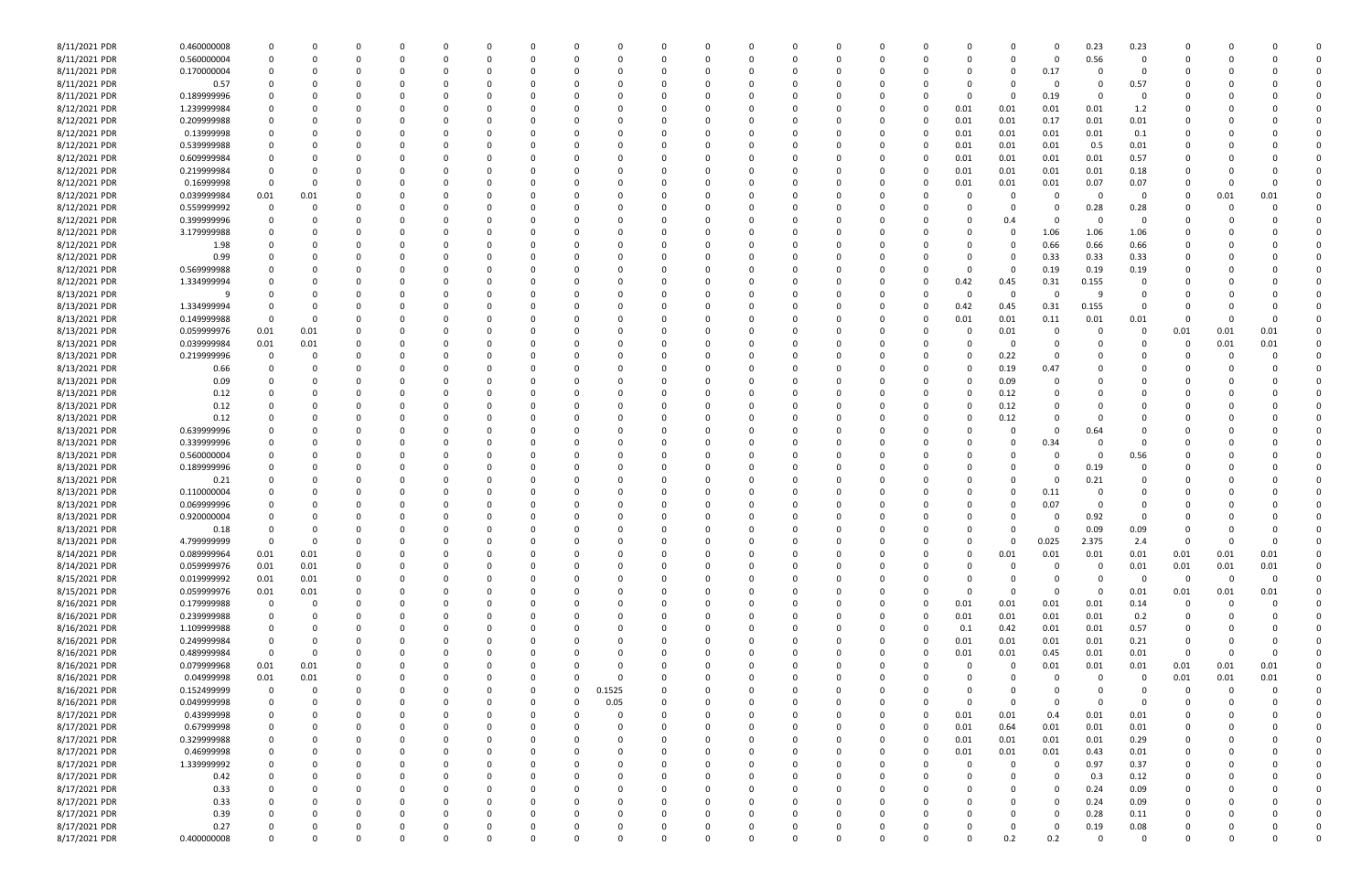| | | | | | | | | | | | | | | | | | | | | | | | | | | | | |
|---|---|---|---|---|---|---|---|---|---|---|---|---|---|---|---|---|---|---|---|---|---|---|---|---|---|---|---|---|
| 8/11/2021 PDR | 0.460000008 | 0 | 0 | 0 | 0 | 0 | 0 | 0 | 0 | 0 | 0 | 0 | 0 | 0 | 0 | 0 | 0 | 0 | 0 | 0 | 0 | 0.23 | 0.23 | 0 | 0 | 0 | 0 | 0 |
| 8/11/2021 PDR | 0.560000004 | 0 | 0 | 0 | 0 | 0 | 0 | 0 | 0 | 0 | 0 | 0 | 0 | 0 | 0 | 0 | 0 | 0 | 0 | 0 | 0 | 0.56 | 0 | 0 | 0 | 0 | 0 | 0 |
| 8/11/2021 PDR | 0.170000004 | 0 | 0 | 0 | 0 | 0 | 0 | 0 | 0 | 0 | 0 | 0 | 0 | 0 | 0 | 0 | 0 | 0 | 0 | 0 | 0.17 | 0 | 0 | 0 | 0 | 0 | 0 | 0 |
| 8/11/2021 PDR | 0.57 | 0 | 0 | 0 | 0 | 0 | 0 | 0 | 0 | 0 | 0 | 0 | 0 | 0 | 0 | 0 | 0 | 0 | 0 | 0 | 0 | 0 | 0.57 | 0 | 0 | 0 | 0 | 0 |
| 8/11/2021 PDR | 0.189999996 | 0 | 0 | 0 | 0 | 0 | 0 | 0 | 0 | 0 | 0 | 0 | 0 | 0 | 0 | 0 | 0 | 0 | 0 | 0 | 0.19 | 0 | 0 | 0 | 0 | 0 | 0 | 0 |
| 8/12/2021 PDR | 1.239999984 | 0 | 0 | 0 | 0 | 0 | 0 | 0 | 0 | 0 | 0 | 0 | 0 | 0 | 0 | 0 | 0 | 0 | 0.01 | 0.01 | 0.01 | 0.01 | 1.2 | 0 | 0 | 0 | 0 | 0 |
| 8/12/2021 PDR | 0.209999988 | 0 | 0 | 0 | 0 | 0 | 0 | 0 | 0 | 0 | 0 | 0 | 0 | 0 | 0 | 0 | 0 | 0 | 0.01 | 0.01 | 0.17 | 0.01 | 0.01 | 0 | 0 | 0 | 0 | 0 |
| 8/12/2021 PDR | 0.13999998 | 0 | 0 | 0 | 0 | 0 | 0 | 0 | 0 | 0 | 0 | 0 | 0 | 0 | 0 | 0 | 0 | 0 | 0.01 | 0.01 | 0.01 | 0.01 | 0.1 | 0 | 0 | 0 | 0 | 0 |
| 8/12/2021 PDR | 0.539999988 | 0 | 0 | 0 | 0 | 0 | 0 | 0 | 0 | 0 | 0 | 0 | 0 | 0 | 0 | 0 | 0 | 0 | 0.01 | 0.01 | 0.01 | 0.5 | 0.01 | 0 | 0 | 0 | 0 | 0 |
| 8/12/2021 PDR | 0.609999984 | 0 | 0 | 0 | 0 | 0 | 0 | 0 | 0 | 0 | 0 | 0 | 0 | 0 | 0 | 0 | 0 | 0 | 0.01 | 0.01 | 0.01 | 0.01 | 0.57 | 0 | 0 | 0 | 0 | 0 |
| 8/12/2021 PDR | 0.219999984 | 0 | 0 | 0 | 0 | 0 | 0 | 0 | 0 | 0 | 0 | 0 | 0 | 0 | 0 | 0 | 0 | 0 | 0.01 | 0.01 | 0.01 | 0.01 | 0.18 | 0 | 0 | 0 | 0 | 0 |
| 8/12/2021 PDR | 0.16999998 | 0 | 0 | 0 | 0 | 0 | 0 | 0 | 0 | 0 | 0 | 0 | 0 | 0 | 0 | 0 | 0 | 0 | 0.01 | 0.01 | 0.01 | 0.07 | 0.07 | 0 | 0 | 0 | 0 | 0 |
| 8/12/2021 PDR | 0.039999984 | 0.01 | 0.01 | 0 | 0 | 0 | 0 | 0 | 0 | 0 | 0 | 0 | 0 | 0 | 0 | 0 | 0 | 0 | 0 | 0 | 0 | 0 | 0 | 0 | 0.01 | 0.01 | 0 | 0 |
| 8/12/2021 PDR | 0.559999992 | 0 | 0 | 0 | 0 | 0 | 0 | 0 | 0 | 0 | 0 | 0 | 0 | 0 | 0 | 0 | 0 | 0 | 0 | 0 | 0 | 0.28 | 0.28 | 0 | 0 | 0 | 0 | 0 |
| 8/12/2021 PDR | 0.399999996 | 0 | 0 | 0 | 0 | 0 | 0 | 0 | 0 | 0 | 0 | 0 | 0 | 0 | 0 | 0 | 0 | 0 | 0 | 0.4 | 0 | 0 | 0 | 0 | 0 | 0 | 0 | 0 |
| 8/12/2021 PDR | 3.179999988 | 0 | 0 | 0 | 0 | 0 | 0 | 0 | 0 | 0 | 0 | 0 | 0 | 0 | 0 | 0 | 0 | 0 | 0 | 0 | 1.06 | 1.06 | 1.06 | 0 | 0 | 0 | 0 | 0 |
| 8/12/2021 PDR | 1.98 | 0 | 0 | 0 | 0 | 0 | 0 | 0 | 0 | 0 | 0 | 0 | 0 | 0 | 0 | 0 | 0 | 0 | 0 | 0 | 0.66 | 0.66 | 0.66 | 0 | 0 | 0 | 0 | 0 |
| 8/12/2021 PDR | 0.99 | 0 | 0 | 0 | 0 | 0 | 0 | 0 | 0 | 0 | 0 | 0 | 0 | 0 | 0 | 0 | 0 | 0 | 0 | 0 | 0.33 | 0.33 | 0.33 | 0 | 0 | 0 | 0 | 0 |
| 8/12/2021 PDR | 0.569999988 | 0 | 0 | 0 | 0 | 0 | 0 | 0 | 0 | 0 | 0 | 0 | 0 | 0 | 0 | 0 | 0 | 0 | 0 | 0 | 0.19 | 0.19 | 0.19 | 0 | 0 | 0 | 0 | 0 |
| 8/12/2021 PDR | 1.334999994 | 0 | 0 | 0 | 0 | 0 | 0 | 0 | 0 | 0 | 0 | 0 | 0 | 0 | 0 | 0 | 0 | 0 | 0.42 | 0.45 | 0.31 | 0.155 | 0 | 0 | 0 | 0 | 0 | 0 |
| 8/13/2021 PDR | 9 | 0 | 0 | 0 | 0 | 0 | 0 | 0 | 0 | 0 | 0 | 0 | 0 | 0 | 0 | 0 | 0 | 0 | 0 | 0 | 0 | 9 | 0 | 0 | 0 | 0 | 0 | 0 |
| 8/13/2021 PDR | 1.334999994 | 0 | 0 | 0 | 0 | 0 | 0 | 0 | 0 | 0 | 0 | 0 | 0 | 0 | 0 | 0 | 0 | 0 | 0.42 | 0.45 | 0.31 | 0.155 | 0 | 0 | 0 | 0 | 0 | 0 |
| 8/13/2021 PDR | 0.149999988 | 0 | 0 | 0 | 0 | 0 | 0 | 0 | 0 | 0 | 0 | 0 | 0 | 0 | 0 | 0 | 0 | 0 | 0.01 | 0.01 | 0.11 | 0.01 | 0.01 | 0 | 0 | 0 | 0 | 0 |
| 8/13/2021 PDR | 0.059999976 | 0.01 | 0.01 | 0 | 0 | 0 | 0 | 0 | 0 | 0 | 0 | 0 | 0 | 0 | 0 | 0 | 0 | 0 | 0 | 0.01 | 0 | 0 | 0 | 0.01 | 0.01 | 0.01 | 0 | 0 |
| 8/13/2021 PDR | 0.039999984 | 0.01 | 0.01 | 0 | 0 | 0 | 0 | 0 | 0 | 0 | 0 | 0 | 0 | 0 | 0 | 0 | 0 | 0 | 0 | 0 | 0 | 0 | 0 | 0 | 0.01 | 0.01 | 0 | 0 |
| 8/13/2021 PDR | 0.219999996 | 0 | 0 | 0 | 0 | 0 | 0 | 0 | 0 | 0 | 0 | 0 | 0 | 0 | 0 | 0 | 0 | 0 | 0 | 0.22 | 0 | 0 | 0 | 0 | 0 | 0 | 0 | 0 |
| 8/13/2021 PDR | 0.66 | 0 | 0 | 0 | 0 | 0 | 0 | 0 | 0 | 0 | 0 | 0 | 0 | 0 | 0 | 0 | 0 | 0 | 0 | 0.19 | 0.47 | 0 | 0 | 0 | 0 | 0 | 0 | 0 |
| 8/13/2021 PDR | 0.09 | 0 | 0 | 0 | 0 | 0 | 0 | 0 | 0 | 0 | 0 | 0 | 0 | 0 | 0 | 0 | 0 | 0 | 0 | 0.09 | 0 | 0 | 0 | 0 | 0 | 0 | 0 | 0 |
| 8/13/2021 PDR | 0.12 | 0 | 0 | 0 | 0 | 0 | 0 | 0 | 0 | 0 | 0 | 0 | 0 | 0 | 0 | 0 | 0 | 0 | 0 | 0.12 | 0 | 0 | 0 | 0 | 0 | 0 | 0 | 0 |
| 8/13/2021 PDR | 0.12 | 0 | 0 | 0 | 0 | 0 | 0 | 0 | 0 | 0 | 0 | 0 | 0 | 0 | 0 | 0 | 0 | 0 | 0 | 0.12 | 0 | 0 | 0 | 0 | 0 | 0 | 0 | 0 |
| 8/13/2021 PDR | 0.12 | 0 | 0 | 0 | 0 | 0 | 0 | 0 | 0 | 0 | 0 | 0 | 0 | 0 | 0 | 0 | 0 | 0 | 0 | 0.12 | 0 | 0 | 0 | 0 | 0 | 0 | 0 | 0 |
| 8/13/2021 PDR | 0.639999996 | 0 | 0 | 0 | 0 | 0 | 0 | 0 | 0 | 0 | 0 | 0 | 0 | 0 | 0 | 0 | 0 | 0 | 0 | 0 | 0 | 0.64 | 0 | 0 | 0 | 0 | 0 | 0 |
| 8/13/2021 PDR | 0.339999996 | 0 | 0 | 0 | 0 | 0 | 0 | 0 | 0 | 0 | 0 | 0 | 0 | 0 | 0 | 0 | 0 | 0 | 0 | 0 | 0.34 | 0 | 0 | 0 | 0 | 0 | 0 | 0 |
| 8/13/2021 PDR | 0.560000004 | 0 | 0 | 0 | 0 | 0 | 0 | 0 | 0 | 0 | 0 | 0 | 0 | 0 | 0 | 0 | 0 | 0 | 0 | 0 | 0 | 0 | 0.56 | 0 | 0 | 0 | 0 | 0 |
| 8/13/2021 PDR | 0.189999996 | 0 | 0 | 0 | 0 | 0 | 0 | 0 | 0 | 0 | 0 | 0 | 0 | 0 | 0 | 0 | 0 | 0 | 0 | 0 | 0 | 0.19 | 0 | 0 | 0 | 0 | 0 | 0 |
| 8/13/2021 PDR | 0.21 | 0 | 0 | 0 | 0 | 0 | 0 | 0 | 0 | 0 | 0 | 0 | 0 | 0 | 0 | 0 | 0 | 0 | 0 | 0 | 0 | 0.21 | 0 | 0 | 0 | 0 | 0 | 0 |
| 8/13/2021 PDR | 0.110000004 | 0 | 0 | 0 | 0 | 0 | 0 | 0 | 0 | 0 | 0 | 0 | 0 | 0 | 0 | 0 | 0 | 0 | 0 | 0 | 0.11 | 0 | 0 | 0 | 0 | 0 | 0 | 0 |
| 8/13/2021 PDR | 0.069999996 | 0 | 0 | 0 | 0 | 0 | 0 | 0 | 0 | 0 | 0 | 0 | 0 | 0 | 0 | 0 | 0 | 0 | 0 | 0 | 0.07 | 0 | 0 | 0 | 0 | 0 | 0 | 0 |
| 8/13/2021 PDR | 0.920000004 | 0 | 0 | 0 | 0 | 0 | 0 | 0 | 0 | 0 | 0 | 0 | 0 | 0 | 0 | 0 | 0 | 0 | 0 | 0 | 0 | 0.92 | 0 | 0 | 0 | 0 | 0 | 0 |
| 8/13/2021 PDR | 0.18 | 0 | 0 | 0 | 0 | 0 | 0 | 0 | 0 | 0 | 0 | 0 | 0 | 0 | 0 | 0 | 0 | 0 | 0 | 0 | 0 | 0.09 | 0.09 | 0 | 0 | 0 | 0 | 0 |
| 8/13/2021 PDR | 4.799999999 | 0 | 0 | 0 | 0 | 0 | 0 | 0 | 0 | 0 | 0 | 0 | 0 | 0 | 0 | 0 | 0 | 0 | 0 | 0 | 0.025 | 2.375 | 2.4 | 0 | 0 | 0 | 0 | 0 |
| 8/14/2021 PDR | 0.089999964 | 0.01 | 0.01 | 0 | 0 | 0 | 0 | 0 | 0 | 0 | 0 | 0 | 0 | 0 | 0 | 0 | 0 | 0 | 0 | 0.01 | 0.01 | 0.01 | 0.01 | 0.01 | 0.01 | 0.01 | 0 | 0 |
| 8/14/2021 PDR | 0.059999976 | 0.01 | 0.01 | 0 | 0 | 0 | 0 | 0 | 0 | 0 | 0 | 0 | 0 | 0 | 0 | 0 | 0 | 0 | 0 | 0 | 0 | 0 | 0.01 | 0.01 | 0.01 | 0.01 | 0 | 0 |
| 8/15/2021 PDR | 0.019999992 | 0.01 | 0.01 | 0 | 0 | 0 | 0 | 0 | 0 | 0 | 0 | 0 | 0 | 0 | 0 | 0 | 0 | 0 | 0 | 0 | 0 | 0 | 0 | 0 | 0 | 0 | 0 | 0 |
| 8/15/2021 PDR | 0.059999976 | 0.01 | 0.01 | 0 | 0 | 0 | 0 | 0 | 0 | 0 | 0 | 0 | 0 | 0 | 0 | 0 | 0 | 0 | 0 | 0 | 0 | 0 | 0.01 | 0.01 | 0.01 | 0.01 | 0 | 0 |
| 8/16/2021 PDR | 0.179999988 | 0 | 0 | 0 | 0 | 0 | 0 | 0 | 0 | 0 | 0 | 0 | 0 | 0 | 0 | 0 | 0 | 0 | 0.01 | 0.01 | 0.01 | 0.01 | 0.14 | 0 | 0 | 0 | 0 | 0 |
| 8/16/2021 PDR | 0.239999988 | 0 | 0 | 0 | 0 | 0 | 0 | 0 | 0 | 0 | 0 | 0 | 0 | 0 | 0 | 0 | 0 | 0 | 0.01 | 0.01 | 0.01 | 0.01 | 0.2 | 0 | 0 | 0 | 0 | 0 |
| 8/16/2021 PDR | 1.109999988 | 0 | 0 | 0 | 0 | 0 | 0 | 0 | 0 | 0 | 0 | 0 | 0 | 0 | 0 | 0 | 0 | 0 | 0.1 | 0.42 | 0.01 | 0.01 | 0.57 | 0 | 0 | 0 | 0 | 0 |
| 8/16/2021 PDR | 0.249999984 | 0 | 0 | 0 | 0 | 0 | 0 | 0 | 0 | 0 | 0 | 0 | 0 | 0 | 0 | 0 | 0 | 0 | 0.01 | 0.01 | 0.01 | 0.01 | 0.21 | 0 | 0 | 0 | 0 | 0 |
| 8/16/2021 PDR | 0.489999984 | 0 | 0 | 0 | 0 | 0 | 0 | 0 | 0 | 0 | 0 | 0 | 0 | 0 | 0 | 0 | 0 | 0 | 0.01 | 0.01 | 0.45 | 0.01 | 0.01 | 0 | 0 | 0 | 0 | 0 |
| 8/16/2021 PDR | 0.079999968 | 0.01 | 0.01 | 0 | 0 | 0 | 0 | 0 | 0 | 0 | 0 | 0 | 0 | 0 | 0 | 0 | 0 | 0 | 0 | 0 | 0.01 | 0.01 | 0.01 | 0.01 | 0.01 | 0.01 | 0 | 0 |
| 8/16/2021 PDR | 0.04999998 | 0.01 | 0.01 | 0 | 0 | 0 | 0 | 0 | 0 | 0 | 0 | 0 | 0 | 0 | 0 | 0 | 0 | 0 | 0 | 0 | 0 | 0 | 0 | 0.01 | 0.01 | 0.01 | 0 | 0 |
| 8/16/2021 PDR | 0.152499999 | 0 | 0 | 0 | 0 | 0 | 0 | 0 | 0 | 0.1525 | 0 | 0 | 0 | 0 | 0 | 0 | 0 | 0 | 0 | 0 | 0 | 0 | 0 | 0 | 0 | 0 | 0 | 0 |
| 8/16/2021 PDR | 0.049999998 | 0 | 0 | 0 | 0 | 0 | 0 | 0 | 0 | 0.05 | 0 | 0 | 0 | 0 | 0 | 0 | 0 | 0 | 0 | 0 | 0 | 0 | 0 | 0 | 0 | 0 | 0 | 0 |
| 8/17/2021 PDR | 0.43999998 | 0 | 0 | 0 | 0 | 0 | 0 | 0 | 0 | 0 | 0 | 0 | 0 | 0 | 0 | 0 | 0 | 0 | 0.01 | 0.01 | 0.4 | 0.01 | 0.01 | 0 | 0 | 0 | 0 | 0 |
| 8/17/2021 PDR | 0.67999998 | 0 | 0 | 0 | 0 | 0 | 0 | 0 | 0 | 0 | 0 | 0 | 0 | 0 | 0 | 0 | 0 | 0 | 0.01 | 0.64 | 0.01 | 0.01 | 0.01 | 0 | 0 | 0 | 0 | 0 |
| 8/17/2021 PDR | 0.329999988 | 0 | 0 | 0 | 0 | 0 | 0 | 0 | 0 | 0 | 0 | 0 | 0 | 0 | 0 | 0 | 0 | 0 | 0.01 | 0.01 | 0.01 | 0.01 | 0.29 | 0 | 0 | 0 | 0 | 0 |
| 8/17/2021 PDR | 0.46999998 | 0 | 0 | 0 | 0 | 0 | 0 | 0 | 0 | 0 | 0 | 0 | 0 | 0 | 0 | 0 | 0 | 0 | 0.01 | 0.01 | 0.01 | 0.43 | 0.01 | 0 | 0 | 0 | 0 | 0 |
| 8/17/2021 PDR | 1.339999992 | 0 | 0 | 0 | 0 | 0 | 0 | 0 | 0 | 0 | 0 | 0 | 0 | 0 | 0 | 0 | 0 | 0 | 0 | 0 | 0 | 0.97 | 0.37 | 0 | 0 | 0 | 0 | 0 |
| 8/17/2021 PDR | 0.42 | 0 | 0 | 0 | 0 | 0 | 0 | 0 | 0 | 0 | 0 | 0 | 0 | 0 | 0 | 0 | 0 | 0 | 0 | 0 | 0 | 0.3 | 0.12 | 0 | 0 | 0 | 0 | 0 |
| 8/17/2021 PDR | 0.33 | 0 | 0 | 0 | 0 | 0 | 0 | 0 | 0 | 0 | 0 | 0 | 0 | 0 | 0 | 0 | 0 | 0 | 0 | 0 | 0 | 0.24 | 0.09 | 0 | 0 | 0 | 0 | 0 |
| 8/17/2021 PDR | 0.33 | 0 | 0 | 0 | 0 | 0 | 0 | 0 | 0 | 0 | 0 | 0 | 0 | 0 | 0 | 0 | 0 | 0 | 0 | 0 | 0 | 0.24 | 0.09 | 0 | 0 | 0 | 0 | 0 |
| 8/17/2021 PDR | 0.39 | 0 | 0 | 0 | 0 | 0 | 0 | 0 | 0 | 0 | 0 | 0 | 0 | 0 | 0 | 0 | 0 | 0 | 0 | 0 | 0 | 0.28 | 0.11 | 0 | 0 | 0 | 0 | 0 |
| 8/17/2021 PDR | 0.27 | 0 | 0 | 0 | 0 | 0 | 0 | 0 | 0 | 0 | 0 | 0 | 0 | 0 | 0 | 0 | 0 | 0 | 0 | 0 | 0 | 0.19 | 0.08 | 0 | 0 | 0 | 0 | 0 |
| 8/17/2021 PDR | 0.400000008 | 0 | 0 | 0 | 0 | 0 | 0 | 0 | 0 | 0 | 0 | 0 | 0 | 0 | 0 | 0 | 0 | 0 | 0 | 0.2 | 0.2 | 0 | 0 | 0 | 0 | 0 | 0 | 0 |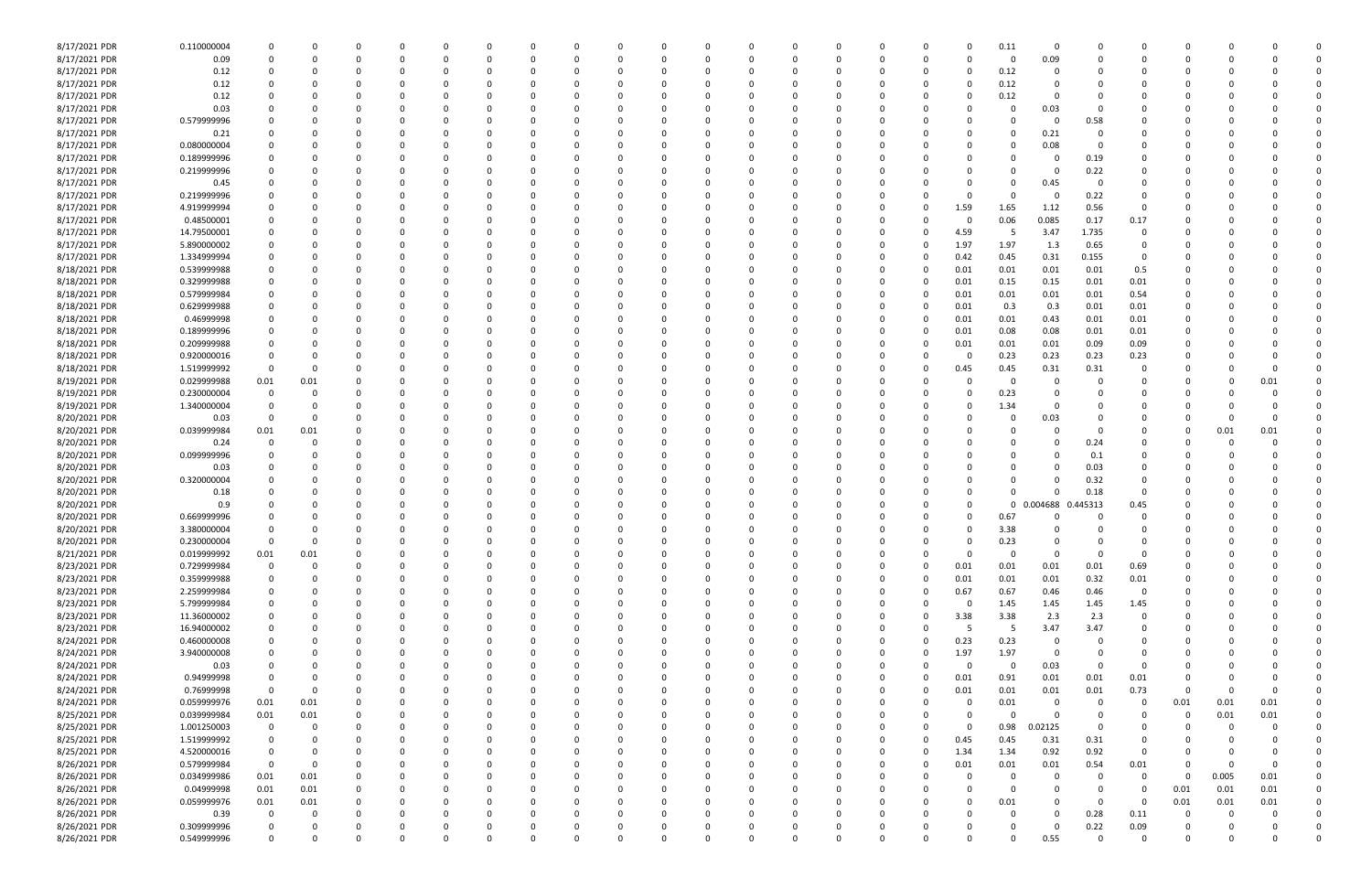| | | | | | | | | | | | | | | | | | | | | | | | | | |
|---|---|---|---|---|---|---|---|---|---|---|---|---|---|---|---|---|---|---|---|---|---|---|---|---|---|
| 8/17/2021 PDR | 0.110000004 | 0 | 0 | 0 | 0 | 0 | 0 | 0 | 0 | 0 | 0 | 0 | 0 | 0 | 0 | 0 | 0.11 | 0 | 0 | 0 | 0 | 0 | 0 | 0 | 0 |
| 8/17/2021 PDR | 0.09 | 0 | 0 | 0 | 0 | 0 | 0 | 0 | 0 | 0 | 0 | 0 | 0 | 0 | 0 | 0 | 0 | 0.09 | 0 | 0 | 0 | 0 | 0 | 0 | 0 |
| 8/17/2021 PDR | 0.12 | 0 | 0 | 0 | 0 | 0 | 0 | 0 | 0 | 0 | 0 | 0 | 0 | 0 | 0 | 0 | 0.12 | 0 | 0 | 0 | 0 | 0 | 0 | 0 | 0 |
| 8/17/2021 PDR | 0.12 | 0 | 0 | 0 | 0 | 0 | 0 | 0 | 0 | 0 | 0 | 0 | 0 | 0 | 0 | 0 | 0.12 | 0 | 0 | 0 | 0 | 0 | 0 | 0 | 0 |
| 8/17/2021 PDR | 0.12 | 0 | 0 | 0 | 0 | 0 | 0 | 0 | 0 | 0 | 0 | 0 | 0 | 0 | 0 | 0 | 0.12 | 0 | 0 | 0 | 0 | 0 | 0 | 0 | 0 |
| 8/17/2021 PDR | 0.03 | 0 | 0 | 0 | 0 | 0 | 0 | 0 | 0 | 0 | 0 | 0 | 0 | 0 | 0 | 0 | 0 | 0.03 | 0 | 0 | 0 | 0 | 0 | 0 | 0 |
| 8/17/2021 PDR | 0.579999996 | 0 | 0 | 0 | 0 | 0 | 0 | 0 | 0 | 0 | 0 | 0 | 0 | 0 | 0 | 0 | 0 | 0 | 0.58 | 0 | 0 | 0 | 0 | 0 | 0 |
| 8/17/2021 PDR | 0.21 | 0 | 0 | 0 | 0 | 0 | 0 | 0 | 0 | 0 | 0 | 0 | 0 | 0 | 0 | 0 | 0 | 0.21 | 0 | 0 | 0 | 0 | 0 | 0 | 0 |
| 8/17/2021 PDR | 0.080000004 | 0 | 0 | 0 | 0 | 0 | 0 | 0 | 0 | 0 | 0 | 0 | 0 | 0 | 0 | 0 | 0 | 0.08 | 0 | 0 | 0 | 0 | 0 | 0 | 0 |
| 8/17/2021 PDR | 0.189999996 | 0 | 0 | 0 | 0 | 0 | 0 | 0 | 0 | 0 | 0 | 0 | 0 | 0 | 0 | 0 | 0 | 0 | 0.19 | 0 | 0 | 0 | 0 | 0 | 0 |
| 8/17/2021 PDR | 0.219999996 | 0 | 0 | 0 | 0 | 0 | 0 | 0 | 0 | 0 | 0 | 0 | 0 | 0 | 0 | 0 | 0 | 0 | 0.22 | 0 | 0 | 0 | 0 | 0 | 0 |
| 8/17/2021 PDR | 0.45 | 0 | 0 | 0 | 0 | 0 | 0 | 0 | 0 | 0 | 0 | 0 | 0 | 0 | 0 | 0 | 0 | 0.45 | 0 | 0 | 0 | 0 | 0 | 0 | 0 |
| 8/17/2021 PDR | 0.219999996 | 0 | 0 | 0 | 0 | 0 | 0 | 0 | 0 | 0 | 0 | 0 | 0 | 0 | 0 | 0 | 0 | 0 | 0.22 | 0 | 0 | 0 | 0 | 0 | 0 |
| 8/17/2021 PDR | 4.919999994 | 0 | 0 | 0 | 0 | 0 | 0 | 0 | 0 | 0 | 0 | 0 | 0 | 0 | 0 | 1.59 | 1.65 | 1.12 | 0.56 | 0 | 0 | 0 | 0 | 0 | 0 |
| 8/17/2021 PDR | 0.48500001 | 0 | 0 | 0 | 0 | 0 | 0 | 0 | 0 | 0 | 0 | 0 | 0 | 0 | 0 | 0 | 0.06 | 0.085 | 0.17 | 0.17 | 0 | 0 | 0 | 0 | 0 |
| 8/17/2021 PDR | 14.79500001 | 0 | 0 | 0 | 0 | 0 | 0 | 0 | 0 | 0 | 0 | 0 | 0 | 0 | 0 | 4.59 | 5 | 3.47 | 1.735 | 0 | 0 | 0 | 0 | 0 | 0 |
| 8/17/2021 PDR | 5.890000002 | 0 | 0 | 0 | 0 | 0 | 0 | 0 | 0 | 0 | 0 | 0 | 0 | 0 | 0 | 1.97 | 1.97 | 1.3 | 0.65 | 0 | 0 | 0 | 0 | 0 | 0 |
| 8/17/2021 PDR | 1.334999994 | 0 | 0 | 0 | 0 | 0 | 0 | 0 | 0 | 0 | 0 | 0 | 0 | 0 | 0 | 0.42 | 0.45 | 0.31 | 0.155 | 0 | 0 | 0 | 0 | 0 | 0 |
| 8/18/2021 PDR | 0.539999988 | 0 | 0 | 0 | 0 | 0 | 0 | 0 | 0 | 0 | 0 | 0 | 0 | 0 | 0 | 0.01 | 0.01 | 0.01 | 0.01 | 0.5 | 0 | 0 | 0 | 0 | 0 |
| 8/18/2021 PDR | 0.329999988 | 0 | 0 | 0 | 0 | 0 | 0 | 0 | 0 | 0 | 0 | 0 | 0 | 0 | 0 | 0.01 | 0.15 | 0.15 | 0.01 | 0.01 | 0 | 0 | 0 | 0 | 0 |
| 8/18/2021 PDR | 0.579999984 | 0 | 0 | 0 | 0 | 0 | 0 | 0 | 0 | 0 | 0 | 0 | 0 | 0 | 0 | 0.01 | 0.01 | 0.01 | 0.01 | 0.54 | 0 | 0 | 0 | 0 | 0 |
| 8/18/2021 PDR | 0.629999988 | 0 | 0 | 0 | 0 | 0 | 0 | 0 | 0 | 0 | 0 | 0 | 0 | 0 | 0 | 0.01 | 0.3 | 0.3 | 0.01 | 0.01 | 0 | 0 | 0 | 0 | 0 |
| 8/18/2021 PDR | 0.46999998 | 0 | 0 | 0 | 0 | 0 | 0 | 0 | 0 | 0 | 0 | 0 | 0 | 0 | 0 | 0.01 | 0.01 | 0.43 | 0.01 | 0.01 | 0 | 0 | 0 | 0 | 0 |
| 8/18/2021 PDR | 0.189999996 | 0 | 0 | 0 | 0 | 0 | 0 | 0 | 0 | 0 | 0 | 0 | 0 | 0 | 0 | 0.01 | 0.08 | 0.08 | 0.01 | 0.01 | 0 | 0 | 0 | 0 | 0 |
| 8/18/2021 PDR | 0.209999988 | 0 | 0 | 0 | 0 | 0 | 0 | 0 | 0 | 0 | 0 | 0 | 0 | 0 | 0 | 0.01 | 0.01 | 0.01 | 0.09 | 0.09 | 0 | 0 | 0 | 0 | 0 |
| 8/18/2021 PDR | 0.920000016 | 0 | 0 | 0 | 0 | 0 | 0 | 0 | 0 | 0 | 0 | 0 | 0 | 0 | 0 | 0 | 0.23 | 0.23 | 0.23 | 0.23 | 0 | 0 | 0 | 0 | 0 |
| 8/18/2021 PDR | 1.519999992 | 0 | 0 | 0 | 0 | 0 | 0 | 0 | 0 | 0 | 0 | 0 | 0 | 0 | 0 | 0.45 | 0.45 | 0.31 | 0.31 | 0 | 0 | 0 | 0 | 0 | 0 |
| 8/19/2021 PDR | 0.029999988 | 0.01 | 0.01 | 0 | 0 | 0 | 0 | 0 | 0 | 0 | 0 | 0 | 0 | 0 | 0 | 0 | 0 | 0 | 0 | 0 | 0 | 0 | 0 | 0.01 | 0 |
| 8/19/2021 PDR | 0.230000004 | 0 | 0 | 0 | 0 | 0 | 0 | 0 | 0 | 0 | 0 | 0 | 0 | 0 | 0 | 0 | 0.23 | 0 | 0 | 0 | 0 | 0 | 0 | 0 | 0 |
| 8/19/2021 PDR | 1.340000004 | 0 | 0 | 0 | 0 | 0 | 0 | 0 | 0 | 0 | 0 | 0 | 0 | 0 | 0 | 0 | 1.34 | 0 | 0 | 0 | 0 | 0 | 0 | 0 | 0 |
| 8/20/2021 PDR | 0.03 | 0 | 0 | 0 | 0 | 0 | 0 | 0 | 0 | 0 | 0 | 0 | 0 | 0 | 0 | 0 | 0 | 0.03 | 0 | 0 | 0 | 0 | 0 | 0 | 0 |
| 8/20/2021 PDR | 0.039999984 | 0.01 | 0.01 | 0 | 0 | 0 | 0 | 0 | 0 | 0 | 0 | 0 | 0 | 0 | 0 | 0 | 0 | 0 | 0 | 0 | 0 | 0 | 0.01 | 0.01 | 0 |
| 8/20/2021 PDR | 0.24 | 0 | 0 | 0 | 0 | 0 | 0 | 0 | 0 | 0 | 0 | 0 | 0 | 0 | 0 | 0 | 0 | 0 | 0.24 | 0 | 0 | 0 | 0 | 0 | 0 |
| 8/20/2021 PDR | 0.099999996 | 0 | 0 | 0 | 0 | 0 | 0 | 0 | 0 | 0 | 0 | 0 | 0 | 0 | 0 | 0 | 0 | 0 | 0.1 | 0 | 0 | 0 | 0 | 0 | 0 |
| 8/20/2021 PDR | 0.03 | 0 | 0 | 0 | 0 | 0 | 0 | 0 | 0 | 0 | 0 | 0 | 0 | 0 | 0 | 0 | 0 | 0 | 0.03 | 0 | 0 | 0 | 0 | 0 | 0 |
| 8/20/2021 PDR | 0.320000004 | 0 | 0 | 0 | 0 | 0 | 0 | 0 | 0 | 0 | 0 | 0 | 0 | 0 | 0 | 0 | 0 | 0 | 0.32 | 0 | 0 | 0 | 0 | 0 | 0 |
| 8/20/2021 PDR | 0.18 | 0 | 0 | 0 | 0 | 0 | 0 | 0 | 0 | 0 | 0 | 0 | 0 | 0 | 0 | 0 | 0 | 0 | 0.18 | 0 | 0 | 0 | 0 | 0 | 0 |
| 8/20/2021 PDR | 0.9 | 0 | 0 | 0 | 0 | 0 | 0 | 0 | 0 | 0 | 0 | 0 | 0 | 0 | 0 | 0 | 0 | 0.004688 | 0.445313 | 0.45 | 0 | 0 | 0 | 0 | 0 |
| 8/20/2021 PDR | 0.669999996 | 0 | 0 | 0 | 0 | 0 | 0 | 0 | 0 | 0 | 0 | 0 | 0 | 0 | 0 | 0 | 0.67 | 0 | 0 | 0 | 0 | 0 | 0 | 0 | 0 |
| 8/20/2021 PDR | 3.380000004 | 0 | 0 | 0 | 0 | 0 | 0 | 0 | 0 | 0 | 0 | 0 | 0 | 0 | 0 | 0 | 3.38 | 0 | 0 | 0 | 0 | 0 | 0 | 0 | 0 |
| 8/20/2021 PDR | 0.230000004 | 0 | 0 | 0 | 0 | 0 | 0 | 0 | 0 | 0 | 0 | 0 | 0 | 0 | 0 | 0 | 0.23 | 0 | 0 | 0 | 0 | 0 | 0 | 0 | 0 |
| 8/21/2021 PDR | 0.019999992 | 0.01 | 0.01 | 0 | 0 | 0 | 0 | 0 | 0 | 0 | 0 | 0 | 0 | 0 | 0 | 0 | 0 | 0 | 0 | 0 | 0 | 0 | 0 | 0 | 0 |
| 8/23/2021 PDR | 0.729999984 | 0 | 0 | 0 | 0 | 0 | 0 | 0 | 0 | 0 | 0 | 0 | 0 | 0 | 0 | 0.01 | 0.01 | 0.01 | 0.01 | 0.69 | 0 | 0 | 0 | 0 | 0 |
| 8/23/2021 PDR | 0.359999988 | 0 | 0 | 0 | 0 | 0 | 0 | 0 | 0 | 0 | 0 | 0 | 0 | 0 | 0 | 0.01 | 0.01 | 0.01 | 0.32 | 0.01 | 0 | 0 | 0 | 0 | 0 |
| 8/23/2021 PDR | 2.259999984 | 0 | 0 | 0 | 0 | 0 | 0 | 0 | 0 | 0 | 0 | 0 | 0 | 0 | 0 | 0.67 | 0.67 | 0.46 | 0.46 | 0 | 0 | 0 | 0 | 0 | 0 |
| 8/23/2021 PDR | 5.799999984 | 0 | 0 | 0 | 0 | 0 | 0 | 0 | 0 | 0 | 0 | 0 | 0 | 0 | 0 | 0 | 1.45 | 1.45 | 1.45 | 1.45 | 0 | 0 | 0 | 0 | 0 |
| 8/23/2021 PDR | 11.36000002 | 0 | 0 | 0 | 0 | 0 | 0 | 0 | 0 | 0 | 0 | 0 | 0 | 0 | 0 | 3.38 | 3.38 | 2.3 | 2.3 | 0 | 0 | 0 | 0 | 0 | 0 |
| 8/23/2021 PDR | 16.94000002 | 0 | 0 | 0 | 0 | 0 | 0 | 0 | 0 | 0 | 0 | 0 | 0 | 0 | 0 | 5 | 5 | 3.47 | 3.47 | 0 | 0 | 0 | 0 | 0 | 0 |
| 8/24/2021 PDR | 0.460000008 | 0 | 0 | 0 | 0 | 0 | 0 | 0 | 0 | 0 | 0 | 0 | 0 | 0 | 0 | 0.23 | 0.23 | 0 | 0 | 0 | 0 | 0 | 0 | 0 | 0 |
| 8/24/2021 PDR | 3.940000008 | 0 | 0 | 0 | 0 | 0 | 0 | 0 | 0 | 0 | 0 | 0 | 0 | 0 | 0 | 1.97 | 1.97 | 0 | 0 | 0 | 0 | 0 | 0 | 0 | 0 |
| 8/24/2021 PDR | 0.03 | 0 | 0 | 0 | 0 | 0 | 0 | 0 | 0 | 0 | 0 | 0 | 0 | 0 | 0 | 0 | 0 | 0.03 | 0 | 0 | 0 | 0 | 0 | 0 | 0 |
| 8/24/2021 PDR | 0.94999998 | 0 | 0 | 0 | 0 | 0 | 0 | 0 | 0 | 0 | 0 | 0 | 0 | 0 | 0 | 0.01 | 0.91 | 0.01 | 0.01 | 0.01 | 0 | 0 | 0 | 0 | 0 |
| 8/24/2021 PDR | 0.76999998 | 0 | 0 | 0 | 0 | 0 | 0 | 0 | 0 | 0 | 0 | 0 | 0 | 0 | 0 | 0.01 | 0.01 | 0.01 | 0.01 | 0.73 | 0 | 0 | 0 | 0 | 0 |
| 8/24/2021 PDR | 0.059999976 | 0.01 | 0.01 | 0 | 0 | 0 | 0 | 0 | 0 | 0 | 0 | 0 | 0 | 0 | 0 | 0 | 0.01 | 0 | 0 | 0 | 0 | 0.01 | 0.01 | 0.01 | 0 |
| 8/25/2021 PDR | 0.039999984 | 0.01 | 0.01 | 0 | 0 | 0 | 0 | 0 | 0 | 0 | 0 | 0 | 0 | 0 | 0 | 0 | 0 | 0 | 0 | 0 | 0 | 0 | 0.01 | 0.01 | 0 |
| 8/25/2021 PDR | 1.001250003 | 0 | 0 | 0 | 0 | 0 | 0 | 0 | 0 | 0 | 0 | 0 | 0 | 0 | 0 | 0 | 0.98 | 0.02125 | 0 | 0 | 0 | 0 | 0 | 0 | 0 |
| 8/25/2021 PDR | 1.519999992 | 0 | 0 | 0 | 0 | 0 | 0 | 0 | 0 | 0 | 0 | 0 | 0 | 0 | 0 | 0.45 | 0.45 | 0.31 | 0.31 | 0 | 0 | 0 | 0 | 0 | 0 |
| 8/25/2021 PDR | 4.520000016 | 0 | 0 | 0 | 0 | 0 | 0 | 0 | 0 | 0 | 0 | 0 | 0 | 0 | 0 | 1.34 | 1.34 | 0.92 | 0.92 | 0 | 0 | 0 | 0 | 0 | 0 |
| 8/26/2021 PDR | 0.579999984 | 0 | 0 | 0 | 0 | 0 | 0 | 0 | 0 | 0 | 0 | 0 | 0 | 0 | 0 | 0.01 | 0.01 | 0.01 | 0.54 | 0.01 | 0 | 0 | 0 | 0 | 0 |
| 8/26/2021 PDR | 0.034999986 | 0.01 | 0.01 | 0 | 0 | 0 | 0 | 0 | 0 | 0 | 0 | 0 | 0 | 0 | 0 | 0 | 0 | 0 | 0 | 0 | 0 | 0 | 0.005 | 0.01 | 0 |
| 8/26/2021 PDR | 0.04999998 | 0.01 | 0.01 | 0 | 0 | 0 | 0 | 0 | 0 | 0 | 0 | 0 | 0 | 0 | 0 | 0 | 0 | 0 | 0 | 0 | 0 | 0.01 | 0.01 | 0.01 | 0 |
| 8/26/2021 PDR | 0.059999976 | 0.01 | 0.01 | 0 | 0 | 0 | 0 | 0 | 0 | 0 | 0 | 0 | 0 | 0 | 0 | 0 | 0.01 | 0 | 0 | 0 | 0 | 0.01 | 0.01 | 0.01 | 0 |
| 8/26/2021 PDR | 0.39 | 0 | 0 | 0 | 0 | 0 | 0 | 0 | 0 | 0 | 0 | 0 | 0 | 0 | 0 | 0 | 0 | 0 | 0.28 | 0.11 | 0 | 0 | 0 | 0 | 0 |
| 8/26/2021 PDR | 0.309999996 | 0 | 0 | 0 | 0 | 0 | 0 | 0 | 0 | 0 | 0 | 0 | 0 | 0 | 0 | 0 | 0 | 0 | 0.22 | 0.09 | 0 | 0 | 0 | 0 | 0 |
| 8/26/2021 PDR | 0.549999996 | 0 | 0 | 0 | 0 | 0 | 0 | 0 | 0 | 0 | 0 | 0 | 0 | 0 | 0 | 0 | 0 | 0.55 | 0 | 0 | 0 | 0 | 0 | 0 | 0 |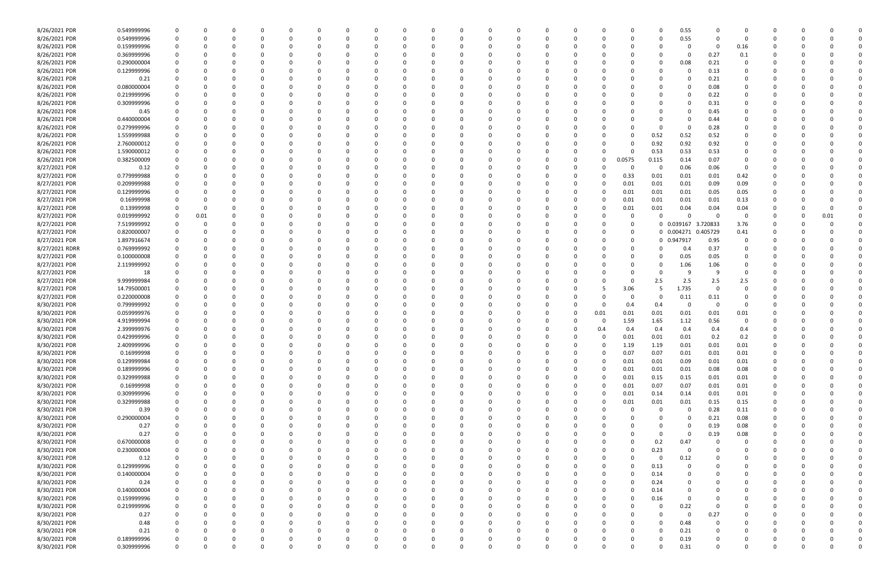| | | | | | | | | | | | | | | | | | | | | | | | | | | | | |
|---|---|---|---|---|---|---|---|---|---|---|---|---|---|---|---|---|---|---|---|---|---|---|---|---|---|---|---|---|
| 8/26/2021 | PDR | 0.549999996 | 0 | 0 | 0 | 0 | 0 | 0 | 0 | 0 | 0 | 0 | 0 | 0 | 0 | 0 | 0 | 0 | 0 | 0 | 0.55 | 0 | 0 | 0 | 0 | 0 | 0 | 0 |
| 8/26/2021 | PDR | 0.549999996 | 0 | 0 | 0 | 0 | 0 | 0 | 0 | 0 | 0 | 0 | 0 | 0 | 0 | 0 | 0 | 0 | 0 | 0 | 0.55 | 0 | 0 | 0 | 0 | 0 | 0 | 0 |
| 8/26/2021 | PDR | 0.159999996 | 0 | 0 | 0 | 0 | 0 | 0 | 0 | 0 | 0 | 0 | 0 | 0 | 0 | 0 | 0 | 0 | 0 | 0 | 0 | 0 | 0.16 | 0 | 0 | 0 | 0 | 0 |
| 8/26/2021 | PDR | 0.369999996 | 0 | 0 | 0 | 0 | 0 | 0 | 0 | 0 | 0 | 0 | 0 | 0 | 0 | 0 | 0 | 0 | 0 | 0 | 0 | 0.27 | 0.1 | 0 | 0 | 0 | 0 | 0 |
| 8/26/2021 | PDR | 0.290000004 | 0 | 0 | 0 | 0 | 0 | 0 | 0 | 0 | 0 | 0 | 0 | 0 | 0 | 0 | 0 | 0 | 0 | 0 | 0.08 | 0.21 | 0 | 0 | 0 | 0 | 0 | 0 |
| 8/26/2021 | PDR | 0.129999996 | 0 | 0 | 0 | 0 | 0 | 0 | 0 | 0 | 0 | 0 | 0 | 0 | 0 | 0 | 0 | 0 | 0 | 0 | 0 | 0.13 | 0 | 0 | 0 | 0 | 0 | 0 |
| 8/26/2021 | PDR | 0.21 | 0 | 0 | 0 | 0 | 0 | 0 | 0 | 0 | 0 | 0 | 0 | 0 | 0 | 0 | 0 | 0 | 0 | 0 | 0 | 0.21 | 0 | 0 | 0 | 0 | 0 | 0 |
| 8/26/2021 | PDR | 0.080000004 | 0 | 0 | 0 | 0 | 0 | 0 | 0 | 0 | 0 | 0 | 0 | 0 | 0 | 0 | 0 | 0 | 0 | 0 | 0 | 0.08 | 0 | 0 | 0 | 0 | 0 | 0 |
| 8/26/2021 | PDR | 0.219999996 | 0 | 0 | 0 | 0 | 0 | 0 | 0 | 0 | 0 | 0 | 0 | 0 | 0 | 0 | 0 | 0 | 0 | 0 | 0 | 0.22 | 0 | 0 | 0 | 0 | 0 | 0 |
| 8/26/2021 | PDR | 0.309999996 | 0 | 0 | 0 | 0 | 0 | 0 | 0 | 0 | 0 | 0 | 0 | 0 | 0 | 0 | 0 | 0 | 0 | 0 | 0 | 0.31 | 0 | 0 | 0 | 0 | 0 | 0 |
| 8/26/2021 | PDR | 0.45 | 0 | 0 | 0 | 0 | 0 | 0 | 0 | 0 | 0 | 0 | 0 | 0 | 0 | 0 | 0 | 0 | 0 | 0 | 0 | 0.45 | 0 | 0 | 0 | 0 | 0 | 0 |
| 8/26/2021 | PDR | 0.440000004 | 0 | 0 | 0 | 0 | 0 | 0 | 0 | 0 | 0 | 0 | 0 | 0 | 0 | 0 | 0 | 0 | 0 | 0 | 0 | 0.44 | 0 | 0 | 0 | 0 | 0 | 0 |
| 8/26/2021 | PDR | 0.279999996 | 0 | 0 | 0 | 0 | 0 | 0 | 0 | 0 | 0 | 0 | 0 | 0 | 0 | 0 | 0 | 0 | 0 | 0 | 0 | 0.28 | 0 | 0 | 0 | 0 | 0 | 0 |
| 8/26/2021 | PDR | 1.559999988 | 0 | 0 | 0 | 0 | 0 | 0 | 0 | 0 | 0 | 0 | 0 | 0 | 0 | 0 | 0 | 0 | 0 | 0.52 | 0.52 | 0.52 | 0 | 0 | 0 | 0 | 0 | 0 |
| 8/26/2021 | PDR | 2.760000012 | 0 | 0 | 0 | 0 | 0 | 0 | 0 | 0 | 0 | 0 | 0 | 0 | 0 | 0 | 0 | 0 | 0 | 0.92 | 0.92 | 0.92 | 0 | 0 | 0 | 0 | 0 | 0 |
| 8/26/2021 | PDR | 1.590000012 | 0 | 0 | 0 | 0 | 0 | 0 | 0 | 0 | 0 | 0 | 0 | 0 | 0 | 0 | 0 | 0 | 0 | 0.53 | 0.53 | 0.53 | 0 | 0 | 0 | 0 | 0 | 0 |
| 8/26/2021 | PDR | 0.382500009 | 0 | 0 | 0 | 0 | 0 | 0 | 0 | 0 | 0 | 0 | 0 | 0 | 0 | 0 | 0 | 0 | 0.0575 | 0.115 | 0.14 | 0.07 | 0 | 0 | 0 | 0 | 0 | 0 |
| 8/27/2021 | PDR | 0.12 | 0 | 0 | 0 | 0 | 0 | 0 | 0 | 0 | 0 | 0 | 0 | 0 | 0 | 0 | 0 | 0 | 0 | 0 | 0.06 | 0.06 | 0 | 0 | 0 | 0 | 0 | 0 |
| 8/27/2021 | PDR | 0.779999988 | 0 | 0 | 0 | 0 | 0 | 0 | 0 | 0 | 0 | 0 | 0 | 0 | 0 | 0 | 0 | 0 | 0.33 | 0.01 | 0.01 | 0.01 | 0.42 | 0 | 0 | 0 | 0 | 0 |
| 8/27/2021 | PDR | 0.209999988 | 0 | 0 | 0 | 0 | 0 | 0 | 0 | 0 | 0 | 0 | 0 | 0 | 0 | 0 | 0 | 0 | 0.01 | 0.01 | 0.01 | 0.09 | 0.09 | 0 | 0 | 0 | 0 | 0 |
| 8/27/2021 | PDR | 0.129999996 | 0 | 0 | 0 | 0 | 0 | 0 | 0 | 0 | 0 | 0 | 0 | 0 | 0 | 0 | 0 | 0 | 0.01 | 0.01 | 0.01 | 0.05 | 0.05 | 0 | 0 | 0 | 0 | 0 |
| 8/27/2021 | PDR | 0.16999998 | 0 | 0 | 0 | 0 | 0 | 0 | 0 | 0 | 0 | 0 | 0 | 0 | 0 | 0 | 0 | 0 | 0.01 | 0.01 | 0.01 | 0.01 | 0.13 | 0 | 0 | 0 | 0 | 0 |
| 8/27/2021 | PDR | 0.13999998 | 0 | 0 | 0 | 0 | 0 | 0 | 0 | 0 | 0 | 0 | 0 | 0 | 0 | 0 | 0 | 0 | 0.01 | 0.01 | 0.04 | 0.04 | 0.04 | 0 | 0 | 0 | 0 | 0 |
| 8/27/2021 | PDR | 0.019999992 | 0 | 0.01 | 0 | 0 | 0 | 0 | 0 | 0 | 0 | 0 | 0 | 0 | 0 | 0 | 0 | 0 | 0 | 0 | 0 | 0 | 0 | 0 | 0 | 0 | 0.01 | 0 |
| 8/27/2021 | PDR | 7.519999992 | 0 | 0 | 0 | 0 | 0 | 0 | 0 | 0 | 0 | 0 | 0 | 0 | 0 | 0 | 0 | 0 | 0 | 0 | 0.039167 | 3.720833 | 3.76 | 0 | 0 | 0 | 0 | 0 |
| 8/27/2021 | PDR | 0.820000007 | 0 | 0 | 0 | 0 | 0 | 0 | 0 | 0 | 0 | 0 | 0 | 0 | 0 | 0 | 0 | 0 | 0 | 0 | 0.004271 | 0.405729 | 0.41 | 0 | 0 | 0 | 0 | 0 |
| 8/27/2021 | PDR | 1.897916674 | 0 | 0 | 0 | 0 | 0 | 0 | 0 | 0 | 0 | 0 | 0 | 0 | 0 | 0 | 0 | 0 | 0 | 0 | 0.947917 | 0.95 | 0 | 0 | 0 | 0 | 0 | 0 |
| 8/27/2021 | RDRR | 0.769999992 | 0 | 0 | 0 | 0 | 0 | 0 | 0 | 0 | 0 | 0 | 0 | 0 | 0 | 0 | 0 | 0 | 0 | 0 | 0.4 | 0.37 | 0 | 0 | 0 | 0 | 0 | 0 |
| 8/27/2021 | PDR | 0.100000008 | 0 | 0 | 0 | 0 | 0 | 0 | 0 | 0 | 0 | 0 | 0 | 0 | 0 | 0 | 0 | 0 | 0 | 0 | 0.05 | 0.05 | 0 | 0 | 0 | 0 | 0 | 0 |
| 8/27/2021 | PDR | 2.119999992 | 0 | 0 | 0 | 0 | 0 | 0 | 0 | 0 | 0 | 0 | 0 | 0 | 0 | 0 | 0 | 0 | 0 | 0 | 1.06 | 1.06 | 0 | 0 | 0 | 0 | 0 | 0 |
| 8/27/2021 | PDR | 18 | 0 | 0 | 0 | 0 | 0 | 0 | 0 | 0 | 0 | 0 | 0 | 0 | 0 | 0 | 0 | 0 | 0 | 0 | 9 | 9 | 0 | 0 | 0 | 0 | 0 | 0 |
| 8/27/2021 | PDR | 9.999999984 | 0 | 0 | 0 | 0 | 0 | 0 | 0 | 0 | 0 | 0 | 0 | 0 | 0 | 0 | 0 | 0 | 0 | 2.5 | 2.5 | 2.5 | 2.5 | 0 | 0 | 0 | 0 | 0 |
| 8/27/2021 | PDR | 14.79500001 | 0 | 0 | 0 | 0 | 0 | 0 | 0 | 0 | 0 | 0 | 0 | 0 | 0 | 0 | 0 | 5 | 3.06 | 5 | 1.735 | 0 | 0 | 0 | 0 | 0 | 0 | 0 |
| 8/27/2021 | PDR | 0.220000008 | 0 | 0 | 0 | 0 | 0 | 0 | 0 | 0 | 0 | 0 | 0 | 0 | 0 | 0 | 0 | 0 | 0 | 0 | 0.11 | 0.11 | 0 | 0 | 0 | 0 | 0 | 0 |
| 8/30/2021 | PDR | 0.799999992 | 0 | 0 | 0 | 0 | 0 | 0 | 0 | 0 | 0 | 0 | 0 | 0 | 0 | 0 | 0 | 0 | 0.4 | 0.4 | 0 | 0 | 0 | 0 | 0 | 0 | 0 | 0 |
| 8/30/2021 | PDR | 0.059999976 | 0 | 0 | 0 | 0 | 0 | 0 | 0 | 0 | 0 | 0 | 0 | 0 | 0 | 0 | 0 | 0.01 | 0.01 | 0.01 | 0.01 | 0.01 | 0.01 | 0 | 0 | 0 | 0 | 0 |
| 8/30/2021 | PDR | 4.919999994 | 0 | 0 | 0 | 0 | 0 | 0 | 0 | 0 | 0 | 0 | 0 | 0 | 0 | 0 | 0 | 0 | 1.59 | 1.65 | 1.12 | 0.56 | 0 | 0 | 0 | 0 | 0 | 0 |
| 8/30/2021 | PDR | 2.399999976 | 0 | 0 | 0 | 0 | 0 | 0 | 0 | 0 | 0 | 0 | 0 | 0 | 0 | 0 | 0 | 0.4 | 0.4 | 0.4 | 0.4 | 0.4 | 0.4 | 0 | 0 | 0 | 0 | 0 |
| 8/30/2021 | PDR | 0.429999996 | 0 | 0 | 0 | 0 | 0 | 0 | 0 | 0 | 0 | 0 | 0 | 0 | 0 | 0 | 0 | 0 | 0.01 | 0.01 | 0.01 | 0.2 | 0.2 | 0 | 0 | 0 | 0 | 0 |
| 8/30/2021 | PDR | 2.409999996 | 0 | 0 | 0 | 0 | 0 | 0 | 0 | 0 | 0 | 0 | 0 | 0 | 0 | 0 | 0 | 0 | 1.19 | 1.19 | 0.01 | 0.01 | 0.01 | 0 | 0 | 0 | 0 | 0 |
| 8/30/2021 | PDR | 0.16999998 | 0 | 0 | 0 | 0 | 0 | 0 | 0 | 0 | 0 | 0 | 0 | 0 | 0 | 0 | 0 | 0 | 0.07 | 0.07 | 0.01 | 0.01 | 0.01 | 0 | 0 | 0 | 0 | 0 |
| 8/30/2021 | PDR | 0.129999984 | 0 | 0 | 0 | 0 | 0 | 0 | 0 | 0 | 0 | 0 | 0 | 0 | 0 | 0 | 0 | 0 | 0.01 | 0.01 | 0.09 | 0.01 | 0.01 | 0 | 0 | 0 | 0 | 0 |
| 8/30/2021 | PDR | 0.189999996 | 0 | 0 | 0 | 0 | 0 | 0 | 0 | 0 | 0 | 0 | 0 | 0 | 0 | 0 | 0 | 0 | 0.01 | 0.01 | 0.01 | 0.08 | 0.08 | 0 | 0 | 0 | 0 | 0 |
| 8/30/2021 | PDR | 0.329999988 | 0 | 0 | 0 | 0 | 0 | 0 | 0 | 0 | 0 | 0 | 0 | 0 | 0 | 0 | 0 | 0 | 0.01 | 0.15 | 0.15 | 0.01 | 0.01 | 0 | 0 | 0 | 0 | 0 |
| 8/30/2021 | PDR | 0.16999998 | 0 | 0 | 0 | 0 | 0 | 0 | 0 | 0 | 0 | 0 | 0 | 0 | 0 | 0 | 0 | 0 | 0.01 | 0.07 | 0.07 | 0.01 | 0.01 | 0 | 0 | 0 | 0 | 0 |
| 8/30/2021 | PDR | 0.309999996 | 0 | 0 | 0 | 0 | 0 | 0 | 0 | 0 | 0 | 0 | 0 | 0 | 0 | 0 | 0 | 0 | 0.01 | 0.14 | 0.14 | 0.01 | 0.01 | 0 | 0 | 0 | 0 | 0 |
| 8/30/2021 | PDR | 0.329999988 | 0 | 0 | 0 | 0 | 0 | 0 | 0 | 0 | 0 | 0 | 0 | 0 | 0 | 0 | 0 | 0 | 0.01 | 0.01 | 0.01 | 0.15 | 0.15 | 0 | 0 | 0 | 0 | 0 |
| 8/30/2021 | PDR | 0.39 | 0 | 0 | 0 | 0 | 0 | 0 | 0 | 0 | 0 | 0 | 0 | 0 | 0 | 0 | 0 | 0 | 0 | 0 | 0 | 0.28 | 0.11 | 0 | 0 | 0 | 0 | 0 |
| 8/30/2021 | PDR | 0.290000004 | 0 | 0 | 0 | 0 | 0 | 0 | 0 | 0 | 0 | 0 | 0 | 0 | 0 | 0 | 0 | 0 | 0 | 0 | 0 | 0.21 | 0.08 | 0 | 0 | 0 | 0 | 0 |
| 8/30/2021 | PDR | 0.27 | 0 | 0 | 0 | 0 | 0 | 0 | 0 | 0 | 0 | 0 | 0 | 0 | 0 | 0 | 0 | 0 | 0 | 0 | 0 | 0.19 | 0.08 | 0 | 0 | 0 | 0 | 0 |
| 8/30/2021 | PDR | 0.27 | 0 | 0 | 0 | 0 | 0 | 0 | 0 | 0 | 0 | 0 | 0 | 0 | 0 | 0 | 0 | 0 | 0 | 0 | 0 | 0.19 | 0.08 | 0 | 0 | 0 | 0 | 0 |
| 8/30/2021 | PDR | 0.670000008 | 0 | 0 | 0 | 0 | 0 | 0 | 0 | 0 | 0 | 0 | 0 | 0 | 0 | 0 | 0 | 0 | 0 | 0.2 | 0.47 | 0 | 0 | 0 | 0 | 0 | 0 | 0 |
| 8/30/2021 | PDR | 0.230000004 | 0 | 0 | 0 | 0 | 0 | 0 | 0 | 0 | 0 | 0 | 0 | 0 | 0 | 0 | 0 | 0 | 0 | 0.23 | 0 | 0 | 0 | 0 | 0 | 0 | 0 | 0 |
| 8/30/2021 | PDR | 0.12 | 0 | 0 | 0 | 0 | 0 | 0 | 0 | 0 | 0 | 0 | 0 | 0 | 0 | 0 | 0 | 0 | 0 | 0 | 0.12 | 0 | 0 | 0 | 0 | 0 | 0 | 0 |
| 8/30/2021 | PDR | 0.129999996 | 0 | 0 | 0 | 0 | 0 | 0 | 0 | 0 | 0 | 0 | 0 | 0 | 0 | 0 | 0 | 0 | 0 | 0.13 | 0 | 0 | 0 | 0 | 0 | 0 | 0 | 0 |
| 8/30/2021 | PDR | 0.140000004 | 0 | 0 | 0 | 0 | 0 | 0 | 0 | 0 | 0 | 0 | 0 | 0 | 0 | 0 | 0 | 0 | 0 | 0.14 | 0 | 0 | 0 | 0 | 0 | 0 | 0 | 0 |
| 8/30/2021 | PDR | 0.24 | 0 | 0 | 0 | 0 | 0 | 0 | 0 | 0 | 0 | 0 | 0 | 0 | 0 | 0 | 0 | 0 | 0 | 0.24 | 0 | 0 | 0 | 0 | 0 | 0 | 0 | 0 |
| 8/30/2021 | PDR | 0.140000004 | 0 | 0 | 0 | 0 | 0 | 0 | 0 | 0 | 0 | 0 | 0 | 0 | 0 | 0 | 0 | 0 | 0 | 0.14 | 0 | 0 | 0 | 0 | 0 | 0 | 0 | 0 |
| 8/30/2021 | PDR | 0.159999996 | 0 | 0 | 0 | 0 | 0 | 0 | 0 | 0 | 0 | 0 | 0 | 0 | 0 | 0 | 0 | 0 | 0 | 0.16 | 0 | 0 | 0 | 0 | 0 | 0 | 0 | 0 |
| 8/30/2021 | PDR | 0.219999996 | 0 | 0 | 0 | 0 | 0 | 0 | 0 | 0 | 0 | 0 | 0 | 0 | 0 | 0 | 0 | 0 | 0 | 0 | 0.22 | 0 | 0 | 0 | 0 | 0 | 0 | 0 |
| 8/30/2021 | PDR | 0.27 | 0 | 0 | 0 | 0 | 0 | 0 | 0 | 0 | 0 | 0 | 0 | 0 | 0 | 0 | 0 | 0 | 0 | 0 | 0 | 0.27 | 0 | 0 | 0 | 0 | 0 | 0 |
| 8/30/2021 | PDR | 0.48 | 0 | 0 | 0 | 0 | 0 | 0 | 0 | 0 | 0 | 0 | 0 | 0 | 0 | 0 | 0 | 0 | 0 | 0 | 0.48 | 0 | 0 | 0 | 0 | 0 | 0 | 0 |
| 8/30/2021 | PDR | 0.21 | 0 | 0 | 0 | 0 | 0 | 0 | 0 | 0 | 0 | 0 | 0 | 0 | 0 | 0 | 0 | 0 | 0 | 0 | 0.21 | 0 | 0 | 0 | 0 | 0 | 0 | 0 |
| 8/30/2021 | PDR | 0.189999996 | 0 | 0 | 0 | 0 | 0 | 0 | 0 | 0 | 0 | 0 | 0 | 0 | 0 | 0 | 0 | 0 | 0 | 0 | 0.19 | 0 | 0 | 0 | 0 | 0 | 0 | 0 |
| 8/30/2021 | PDR | 0.309999996 | 0 | 0 | 0 | 0 | 0 | 0 | 0 | 0 | 0 | 0 | 0 | 0 | 0 | 0 | 0 | 0 | 0 | 0 | 0.31 | 0 | 0 | 0 | 0 | 0 | 0 | 0 |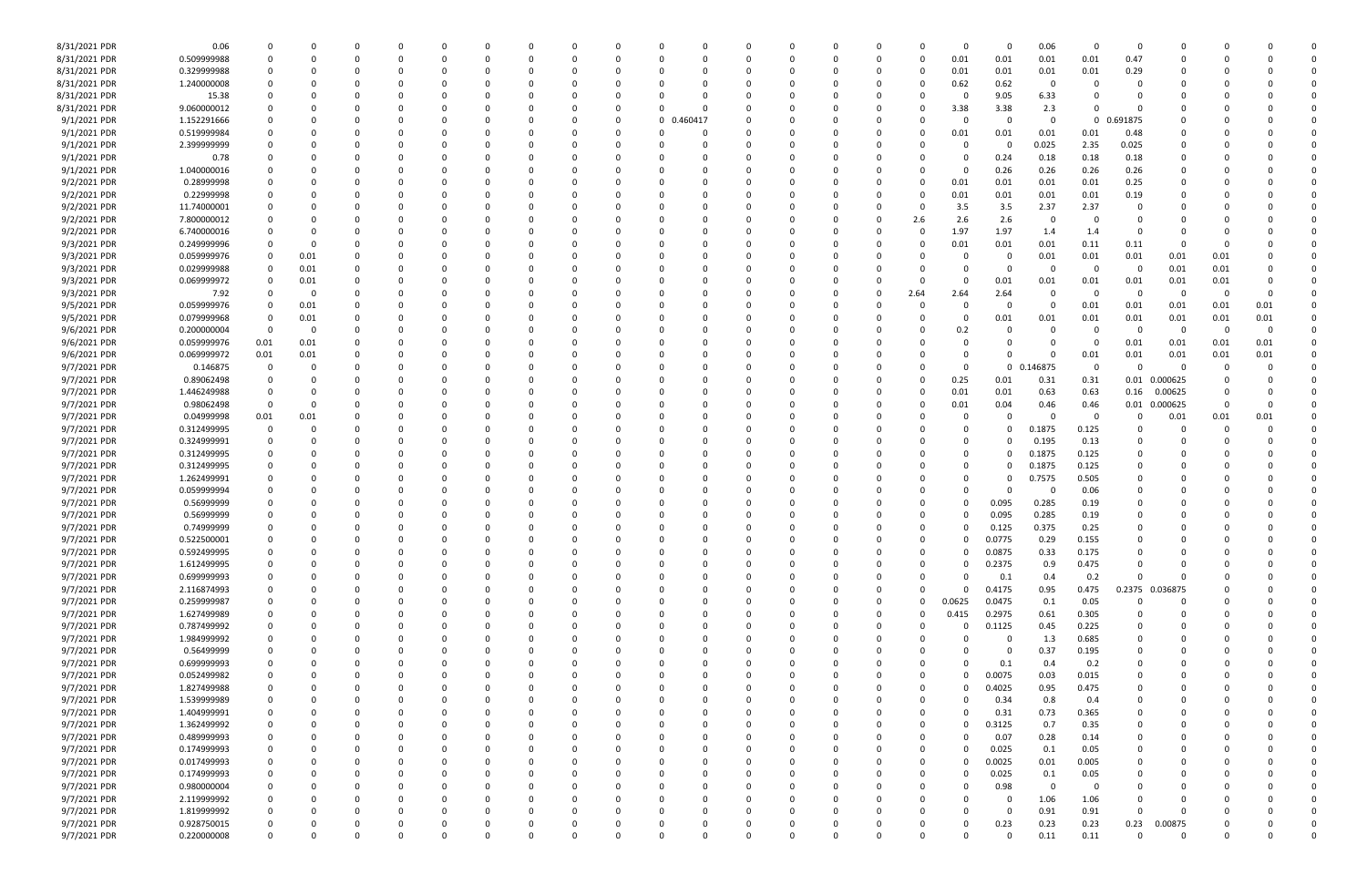| | | | | | | | | | | | | | | | | | | | | | | | | | | | | | | | |
|---|---|---|---|---|---|---|---|---|---|---|---|---|---|---|---|---|---|---|---|---|---|---|---|---|---|---|---|---|---|---|---|
| 8/31/2021 PDR | 0.06 | 0 | 0 | 0 | 0 | 0 | 0 | 0 | 0 | 0 | 0 | 0 | 0 | 0 | 0 | 0 | 0 | 0 | 0 | 0 | 0 | 0 | 0 | 0 | 0.06 | 0 | 0 | 0 | 0 | 0 | 0 |
| 8/31/2021 PDR | 0.509999988 | 0 | 0 | 0 | 0 | 0 | 0 | 0 | 0 | 0 | 0 | 0 | 0 | 0 | 0 | 0 | 0 | 0 | 0 | 0 | 0 | 0 | 0.01 | 0.01 | 0.01 | 0.01 | 0.47 | 0 | 0 | 0 | 0 |
| 8/31/2021 PDR | 0.329999988 | 0 | 0 | 0 | 0 | 0 | 0 | 0 | 0 | 0 | 0 | 0 | 0 | 0 | 0 | 0 | 0 | 0 | 0 | 0 | 0 | 0 | 0.01 | 0.01 | 0.01 | 0.01 | 0.29 | 0 | 0 | 0 | 0 |
| 8/31/2021 PDR | 1.240000008 | 0 | 0 | 0 | 0 | 0 | 0 | 0 | 0 | 0 | 0 | 0 | 0 | 0 | 0 | 0 | 0 | 0 | 0 | 0 | 0 | 0 | 0.62 | 0.62 | 0 | 0 | 0 | 0 | 0 | 0 | 0 |
| 8/31/2021 PDR | 15.38 | 0 | 0 | 0 | 0 | 0 | 0 | 0 | 0 | 0 | 0 | 0 | 0 | 0 | 0 | 0 | 0 | 0 | 0 | 0 | 0 | 0 | 0 | 9.05 | 6.33 | 0 | 0 | 0 | 0 | 0 | 0 |
| 8/31/2021 PDR | 9.060000012 | 0 | 0 | 0 | 0 | 0 | 0 | 0 | 0 | 0 | 0 | 0 | 0 | 0 | 0 | 0 | 0 | 0 | 0 | 0 | 0 | 0 | 3.38 | 3.38 | 2.3 | 0 | 0 | 0 | 0 | 0 | 0 |
| 9/1/2021 PDR | 1.152291666 | 0 | 0 | 0 | 0 | 0 | 0 | 0 | 0 | 0 | 0 | 0 | 0 | 0 | 0.460417 | 0 | 0 | 0 | 0 | 0 | 0 | 0 | 0 | 0 | 0 | 0 | 0.691875 | 0 | 0 | 0 | 0 |
| 9/1/2021 PDR | 0.519999984 | 0 | 0 | 0 | 0 | 0 | 0 | 0 | 0 | 0 | 0 | 0 | 0 | 0 | 0 | 0 | 0 | 0 | 0 | 0 | 0 | 0 | 0.01 | 0.01 | 0.01 | 0.01 | 0.48 | 0 | 0 | 0 | 0 |
| 9/1/2021 PDR | 2.399999999 | 0 | 0 | 0 | 0 | 0 | 0 | 0 | 0 | 0 | 0 | 0 | 0 | 0 | 0 | 0 | 0 | 0 | 0 | 0 | 0 | 0 | 0 | 0 | 0.025 | 2.35 | 0.025 | 0 | 0 | 0 | 0 |
| 9/1/2021 PDR | 0.78 | 0 | 0 | 0 | 0 | 0 | 0 | 0 | 0 | 0 | 0 | 0 | 0 | 0 | 0 | 0 | 0 | 0 | 0 | 0 | 0 | 0 | 0 | 0.24 | 0.18 | 0.18 | 0.18 | 0 | 0 | 0 | 0 |
| 9/1/2021 PDR | 1.040000016 | 0 | 0 | 0 | 0 | 0 | 0 | 0 | 0 | 0 | 0 | 0 | 0 | 0 | 0 | 0 | 0 | 0 | 0 | 0 | 0 | 0 | 0 | 0.26 | 0.26 | 0.26 | 0.26 | 0 | 0 | 0 | 0 |
| 9/2/2021 PDR | 0.28999998 | 0 | 0 | 0 | 0 | 0 | 0 | 0 | 0 | 0 | 0 | 0 | 0 | 0 | 0 | 0 | 0 | 0 | 0 | 0 | 0 | 0 | 0.01 | 0.01 | 0.01 | 0.01 | 0.25 | 0 | 0 | 0 | 0 |
| 9/2/2021 PDR | 0.22999998 | 0 | 0 | 0 | 0 | 0 | 0 | 0 | 0 | 0 | 0 | 0 | 0 | 0 | 0 | 0 | 0 | 0 | 0 | 0 | 0 | 0 | 0.01 | 0.01 | 0.01 | 0.01 | 0.19 | 0 | 0 | 0 | 0 |
| 9/2/2021 PDR | 11.74000001 | 0 | 0 | 0 | 0 | 0 | 0 | 0 | 0 | 0 | 0 | 0 | 0 | 0 | 0 | 0 | 0 | 0 | 0 | 0 | 0 | 0 | 3.5 | 3.5 | 2.37 | 2.37 | 0 | 0 | 0 | 0 | 0 |
| 9/2/2021 PDR | 7.800000012 | 0 | 0 | 0 | 0 | 0 | 0 | 0 | 0 | 0 | 0 | 0 | 0 | 0 | 0 | 0 | 0 | 0 | 0 | 0 | 0 | 2.6 | 2.6 | 2.6 | 0 | 0 | 0 | 0 | 0 | 0 | 0 |
| 9/2/2021 PDR | 6.740000016 | 0 | 0 | 0 | 0 | 0 | 0 | 0 | 0 | 0 | 0 | 0 | 0 | 0 | 0 | 0 | 0 | 0 | 0 | 0 | 0 | 0 | 1.97 | 1.97 | 1.4 | 1.4 | 0 | 0 | 0 | 0 | 0 |
| 9/3/2021 PDR | 0.249999996 | 0 | 0 | 0 | 0 | 0 | 0 | 0 | 0 | 0 | 0 | 0 | 0 | 0 | 0 | 0 | 0 | 0 | 0 | 0 | 0 | 0 | 0.01 | 0.01 | 0.01 | 0.11 | 0.11 | 0 | 0 | 0 | 0 |
| 9/3/2021 PDR | 0.059999976 | 0 | 0.01 | 0 | 0 | 0 | 0 | 0 | 0 | 0 | 0 | 0 | 0 | 0 | 0 | 0 | 0 | 0 | 0 | 0 | 0 | 0 | 0 | 0 | 0.01 | 0.01 | 0.01 | 0.01 | 0.01 | 0 | 0 |
| 9/3/2021 PDR | 0.029999988 | 0 | 0.01 | 0 | 0 | 0 | 0 | 0 | 0 | 0 | 0 | 0 | 0 | 0 | 0 | 0 | 0 | 0 | 0 | 0 | 0 | 0 | 0 | 0 | 0 | 0 | 0 | 0.01 | 0.01 | 0 | 0 |
| 9/3/2021 PDR | 0.069999972 | 0 | 0.01 | 0 | 0 | 0 | 0 | 0 | 0 | 0 | 0 | 0 | 0 | 0 | 0 | 0 | 0 | 0 | 0 | 0 | 0 | 0 | 0 | 0.01 | 0.01 | 0.01 | 0.01 | 0.01 | 0.01 | 0 | 0 |
| 9/3/2021 PDR | 7.92 | 0 | 0 | 0 | 0 | 0 | 0 | 0 | 0 | 0 | 0 | 0 | 0 | 0 | 0 | 0 | 0 | 0 | 0 | 0 | 0 | 2.64 | 2.64 | 2.64 | 0 | 0 | 0 | 0 | 0 | 0 | 0 |
| 9/5/2021 PDR | 0.059999976 | 0 | 0.01 | 0 | 0 | 0 | 0 | 0 | 0 | 0 | 0 | 0 | 0 | 0 | 0 | 0 | 0 | 0 | 0 | 0 | 0 | 0 | 0 | 0 | 0 | 0.01 | 0.01 | 0.01 | 0.01 | 0.01 | 0 |
| 9/5/2021 PDR | 0.079999968 | 0 | 0.01 | 0 | 0 | 0 | 0 | 0 | 0 | 0 | 0 | 0 | 0 | 0 | 0 | 0 | 0 | 0 | 0 | 0 | 0 | 0 | 0 | 0 | 0.01 | 0.01 | 0.01 | 0.01 | 0.01 | 0.01 | 0 |
| 9/6/2021 PDR | 0.200000004 | 0 | 0 | 0 | 0 | 0 | 0 | 0 | 0 | 0 | 0 | 0 | 0 | 0 | 0 | 0 | 0 | 0 | 0 | 0 | 0 | 0 | 0.2 | 0 | 0 | 0 | 0 | 0 | 0 | 0 | 0 |
| 9/6/2021 PDR | 0.059999976 | 0.01 | 0.01 | 0 | 0 | 0 | 0 | 0 | 0 | 0 | 0 | 0 | 0 | 0 | 0 | 0 | 0 | 0 | 0 | 0 | 0 | 0 | 0 | 0 | 0 | 0 | 0.01 | 0.01 | 0.01 | 0.01 | 0 |
| 9/6/2021 PDR | 0.069999972 | 0.01 | 0.01 | 0 | 0 | 0 | 0 | 0 | 0 | 0 | 0 | 0 | 0 | 0 | 0 | 0 | 0 | 0 | 0 | 0 | 0 | 0 | 0 | 0 | 0 | 0.01 | 0.01 | 0.01 | 0.01 | 0.01 | 0 |
| 9/7/2021 PDR | 0.146875 | 0 | 0 | 0 | 0 | 0 | 0 | 0 | 0 | 0 | 0 | 0 | 0 | 0 | 0 | 0 | 0 | 0 | 0 | 0 | 0 | 0 | 0 | 0 | 0.146875 | 0 | 0 | 0 | 0 | 0 | 0 |
| 9/7/2021 PDR | 0.89062498 | 0 | 0 | 0 | 0 | 0 | 0 | 0 | 0 | 0 | 0 | 0 | 0 | 0 | 0 | 0 | 0 | 0 | 0 | 0 | 0 | 0 | 0.25 | 0.01 | 0.31 | 0.31 | 0.01 | 0.000625 | 0 | 0 | 0 |
| 9/7/2021 PDR | 1.446249988 | 0 | 0 | 0 | 0 | 0 | 0 | 0 | 0 | 0 | 0 | 0 | 0 | 0 | 0 | 0 | 0 | 0 | 0 | 0 | 0 | 0 | 0.01 | 0.01 | 0.63 | 0.63 | 0.16 | 0.00625 | 0 | 0 | 0 |
| 9/7/2021 PDR | 0.98062498 | 0 | 0 | 0 | 0 | 0 | 0 | 0 | 0 | 0 | 0 | 0 | 0 | 0 | 0 | 0 | 0 | 0 | 0 | 0 | 0 | 0 | 0.01 | 0.04 | 0.46 | 0.46 | 0.01 | 0.000625 | 0 | 0 | 0 |
| 9/7/2021 PDR | 0.04999998 | 0.01 | 0.01 | 0 | 0 | 0 | 0 | 0 | 0 | 0 | 0 | 0 | 0 | 0 | 0 | 0 | 0 | 0 | 0 | 0 | 0 | 0 | 0 | 0 | 0 | 0 | 0 | 0.01 | 0.01 | 0.01 | 0 |
| 9/7/2021 PDR | 0.312499995 | 0 | 0 | 0 | 0 | 0 | 0 | 0 | 0 | 0 | 0 | 0 | 0 | 0 | 0 | 0 | 0 | 0 | 0 | 0 | 0 | 0 | 0 | 0 | 0.1875 | 0.125 | 0 | 0 | 0 | 0 | 0 |
| 9/7/2021 PDR | 0.324999991 | 0 | 0 | 0 | 0 | 0 | 0 | 0 | 0 | 0 | 0 | 0 | 0 | 0 | 0 | 0 | 0 | 0 | 0 | 0 | 0 | 0 | 0 | 0 | 0.195 | 0.13 | 0 | 0 | 0 | 0 | 0 |
| 9/7/2021 PDR | 0.312499995 | 0 | 0 | 0 | 0 | 0 | 0 | 0 | 0 | 0 | 0 | 0 | 0 | 0 | 0 | 0 | 0 | 0 | 0 | 0 | 0 | 0 | 0 | 0 | 0.1875 | 0.125 | 0 | 0 | 0 | 0 | 0 |
| 9/7/2021 PDR | 0.312499995 | 0 | 0 | 0 | 0 | 0 | 0 | 0 | 0 | 0 | 0 | 0 | 0 | 0 | 0 | 0 | 0 | 0 | 0 | 0 | 0 | 0 | 0 | 0 | 0.1875 | 0.125 | 0 | 0 | 0 | 0 | 0 |
| 9/7/2021 PDR | 1.262499991 | 0 | 0 | 0 | 0 | 0 | 0 | 0 | 0 | 0 | 0 | 0 | 0 | 0 | 0 | 0 | 0 | 0 | 0 | 0 | 0 | 0 | 0 | 0 | 0.7575 | 0.505 | 0 | 0 | 0 | 0 | 0 |
| 9/7/2021 PDR | 0.059999994 | 0 | 0 | 0 | 0 | 0 | 0 | 0 | 0 | 0 | 0 | 0 | 0 | 0 | 0 | 0 | 0 | 0 | 0 | 0 | 0 | 0 | 0 | 0 | 0 | 0.06 | 0 | 0 | 0 | 0 | 0 |
| 9/7/2021 PDR | 0.56999999 | 0 | 0 | 0 | 0 | 0 | 0 | 0 | 0 | 0 | 0 | 0 | 0 | 0 | 0 | 0 | 0 | 0 | 0 | 0 | 0 | 0 | 0 | 0.095 | 0.285 | 0.19 | 0 | 0 | 0 | 0 | 0 |
| 9/7/2021 PDR | 0.56999999 | 0 | 0 | 0 | 0 | 0 | 0 | 0 | 0 | 0 | 0 | 0 | 0 | 0 | 0 | 0 | 0 | 0 | 0 | 0 | 0 | 0 | 0 | 0.095 | 0.285 | 0.19 | 0 | 0 | 0 | 0 | 0 |
| 9/7/2021 PDR | 0.74999999 | 0 | 0 | 0 | 0 | 0 | 0 | 0 | 0 | 0 | 0 | 0 | 0 | 0 | 0 | 0 | 0 | 0 | 0 | 0 | 0 | 0 | 0 | 0.125 | 0.375 | 0.25 | 0 | 0 | 0 | 0 | 0 |
| 9/7/2021 PDR | 0.522500001 | 0 | 0 | 0 | 0 | 0 | 0 | 0 | 0 | 0 | 0 | 0 | 0 | 0 | 0 | 0 | 0 | 0 | 0 | 0 | 0 | 0 | 0 | 0.0775 | 0.29 | 0.155 | 0 | 0 | 0 | 0 | 0 |
| 9/7/2021 PDR | 0.592499995 | 0 | 0 | 0 | 0 | 0 | 0 | 0 | 0 | 0 | 0 | 0 | 0 | 0 | 0 | 0 | 0 | 0 | 0 | 0 | 0 | 0 | 0 | 0.0875 | 0.33 | 0.175 | 0 | 0 | 0 | 0 | 0 |
| 9/7/2021 PDR | 1.612499995 | 0 | 0 | 0 | 0 | 0 | 0 | 0 | 0 | 0 | 0 | 0 | 0 | 0 | 0 | 0 | 0 | 0 | 0 | 0 | 0 | 0 | 0 | 0.2375 | 0.9 | 0.475 | 0 | 0 | 0 | 0 | 0 |
| 9/7/2021 PDR | 0.699999993 | 0 | 0 | 0 | 0 | 0 | 0 | 0 | 0 | 0 | 0 | 0 | 0 | 0 | 0 | 0 | 0 | 0 | 0 | 0 | 0 | 0 | 0 | 0.1 | 0.4 | 0.2 | 0 | 0 | 0 | 0 | 0 |
| 9/7/2021 PDR | 2.116874993 | 0 | 0 | 0 | 0 | 0 | 0 | 0 | 0 | 0 | 0 | 0 | 0 | 0 | 0 | 0 | 0 | 0 | 0 | 0 | 0 | 0 | 0 | 0.4175 | 0.95 | 0.475 | 0.2375 | 0.036875 | 0 | 0 | 0 |
| 9/7/2021 PDR | 0.259999987 | 0 | 0 | 0 | 0 | 0 | 0 | 0 | 0 | 0 | 0 | 0 | 0 | 0 | 0 | 0 | 0 | 0 | 0 | 0 | 0 | 0 | 0.0625 | 0.0475 | 0.1 | 0.05 | 0 | 0 | 0 | 0 | 0 |
| 9/7/2021 PDR | 1.627499989 | 0 | 0 | 0 | 0 | 0 | 0 | 0 | 0 | 0 | 0 | 0 | 0 | 0 | 0 | 0 | 0 | 0 | 0 | 0 | 0 | 0 | 0.415 | 0.2975 | 0.61 | 0.305 | 0 | 0 | 0 | 0 | 0 |
| 9/7/2021 PDR | 0.787499992 | 0 | 0 | 0 | 0 | 0 | 0 | 0 | 0 | 0 | 0 | 0 | 0 | 0 | 0 | 0 | 0 | 0 | 0 | 0 | 0 | 0 | 0 | 0.1125 | 0.45 | 0.225 | 0 | 0 | 0 | 0 | 0 |
| 9/7/2021 PDR | 1.984999992 | 0 | 0 | 0 | 0 | 0 | 0 | 0 | 0 | 0 | 0 | 0 | 0 | 0 | 0 | 0 | 0 | 0 | 0 | 0 | 0 | 0 | 0 | 0 | 1.3 | 0.685 | 0 | 0 | 0 | 0 | 0 |
| 9/7/2021 PDR | 0.56499999 | 0 | 0 | 0 | 0 | 0 | 0 | 0 | 0 | 0 | 0 | 0 | 0 | 0 | 0 | 0 | 0 | 0 | 0 | 0 | 0 | 0 | 0 | 0 | 0.37 | 0.195 | 0 | 0 | 0 | 0 | 0 |
| 9/7/2021 PDR | 0.699999993 | 0 | 0 | 0 | 0 | 0 | 0 | 0 | 0 | 0 | 0 | 0 | 0 | 0 | 0 | 0 | 0 | 0 | 0 | 0 | 0 | 0 | 0 | 0.1 | 0.4 | 0.2 | 0 | 0 | 0 | 0 | 0 |
| 9/7/2021 PDR | 0.052499982 | 0 | 0 | 0 | 0 | 0 | 0 | 0 | 0 | 0 | 0 | 0 | 0 | 0 | 0 | 0 | 0 | 0 | 0 | 0 | 0 | 0 | 0 | 0.0075 | 0.03 | 0.015 | 0 | 0 | 0 | 0 | 0 |
| 9/7/2021 PDR | 1.827499988 | 0 | 0 | 0 | 0 | 0 | 0 | 0 | 0 | 0 | 0 | 0 | 0 | 0 | 0 | 0 | 0 | 0 | 0 | 0 | 0 | 0 | 0 | 0.4025 | 0.95 | 0.475 | 0 | 0 | 0 | 0 | 0 |
| 9/7/2021 PDR | 1.539999989 | 0 | 0 | 0 | 0 | 0 | 0 | 0 | 0 | 0 | 0 | 0 | 0 | 0 | 0 | 0 | 0 | 0 | 0 | 0 | 0 | 0 | 0 | 0.34 | 0.8 | 0.4 | 0 | 0 | 0 | 0 | 0 |
| 9/7/2021 PDR | 1.404999991 | 0 | 0 | 0 | 0 | 0 | 0 | 0 | 0 | 0 | 0 | 0 | 0 | 0 | 0 | 0 | 0 | 0 | 0 | 0 | 0 | 0 | 0 | 0.31 | 0.73 | 0.365 | 0 | 0 | 0 | 0 | 0 |
| 9/7/2021 PDR | 1.362499992 | 0 | 0 | 0 | 0 | 0 | 0 | 0 | 0 | 0 | 0 | 0 | 0 | 0 | 0 | 0 | 0 | 0 | 0 | 0 | 0 | 0 | 0 | 0.3125 | 0.7 | 0.35 | 0 | 0 | 0 | 0 | 0 |
| 9/7/2021 PDR | 0.489999993 | 0 | 0 | 0 | 0 | 0 | 0 | 0 | 0 | 0 | 0 | 0 | 0 | 0 | 0 | 0 | 0 | 0 | 0 | 0 | 0 | 0 | 0 | 0.07 | 0.28 | 0.14 | 0 | 0 | 0 | 0 | 0 |
| 9/7/2021 PDR | 0.174999993 | 0 | 0 | 0 | 0 | 0 | 0 | 0 | 0 | 0 | 0 | 0 | 0 | 0 | 0 | 0 | 0 | 0 | 0 | 0 | 0 | 0 | 0 | 0.025 | 0.1 | 0.05 | 0 | 0 | 0 | 0 | 0 |
| 9/7/2021 PDR | 0.017499993 | 0 | 0 | 0 | 0 | 0 | 0 | 0 | 0 | 0 | 0 | 0 | 0 | 0 | 0 | 0 | 0 | 0 | 0 | 0 | 0 | 0 | 0 | 0.0025 | 0.01 | 0.005 | 0 | 0 | 0 | 0 | 0 |
| 9/7/2021 PDR | 0.174999993 | 0 | 0 | 0 | 0 | 0 | 0 | 0 | 0 | 0 | 0 | 0 | 0 | 0 | 0 | 0 | 0 | 0 | 0 | 0 | 0 | 0 | 0 | 0.025 | 0.1 | 0.05 | 0 | 0 | 0 | 0 | 0 |
| 9/7/2021 PDR | 0.980000004 | 0 | 0 | 0 | 0 | 0 | 0 | 0 | 0 | 0 | 0 | 0 | 0 | 0 | 0 | 0 | 0 | 0 | 0 | 0 | 0 | 0 | 0 | 0.98 | 0 | 0 | 0 | 0 | 0 | 0 | 0 |
| 9/7/2021 PDR | 2.119999992 | 0 | 0 | 0 | 0 | 0 | 0 | 0 | 0 | 0 | 0 | 0 | 0 | 0 | 0 | 0 | 0 | 0 | 0 | 0 | 0 | 0 | 0 | 0 | 1.06 | 1.06 | 0 | 0 | 0 | 0 | 0 |
| 9/7/2021 PDR | 1.819999992 | 0 | 0 | 0 | 0 | 0 | 0 | 0 | 0 | 0 | 0 | 0 | 0 | 0 | 0 | 0 | 0 | 0 | 0 | 0 | 0 | 0 | 0 | 0 | 0.91 | 0.91 | 0 | 0 | 0 | 0 | 0 |
| 9/7/2021 PDR | 0.928750015 | 0 | 0 | 0 | 0 | 0 | 0 | 0 | 0 | 0 | 0 | 0 | 0 | 0 | 0 | 0 | 0 | 0 | 0 | 0 | 0 | 0 | 0 | 0.23 | 0.23 | 0.23 | 0.23 | 0.00875 | 0 | 0 | 0 |
| 9/7/2021 PDR | 0.220000008 | 0 | 0 | 0 | 0 | 0 | 0 | 0 | 0 | 0 | 0 | 0 | 0 | 0 | 0 | 0 | 0 | 0 | 0 | 0 | 0 | 0 | 0 | 0 | 0.11 | 0.11 | 0 | 0 | 0 | 0 | 0 |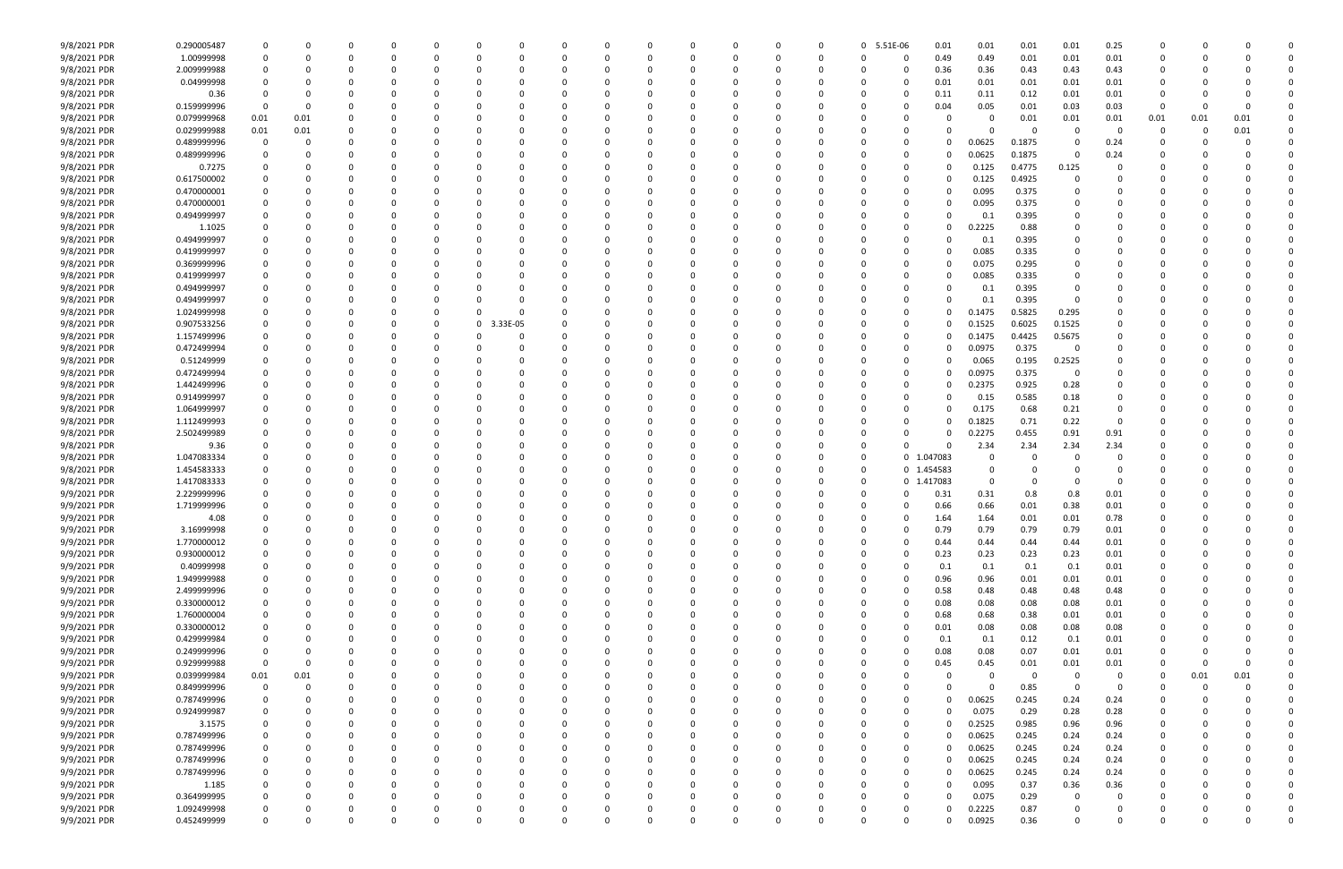| | | | | | | | | | | | | | | | | | | | | | | | | | | | | |
|---|---|---|---|---|---|---|---|---|---|---|---|---|---|---|---|---|---|---|---|---|---|---|---|---|---|---|---|---|
| 9/8/2021 PDR | 0.290005487 | 0 | 0 | 0 | 0 | 0 | 0 | 0 | 0 | 0 | 0 | 0 | 0 | 0 | 0 | 0 | 0 | 5.51E-06 | 0.01 | 0.01 | 0.01 | 0.01 | 0.25 | 0 | 0 | 0 | 0 | 0 |
| 9/8/2021 PDR | 1.00999998 | 0 | 0 | 0 | 0 | 0 | 0 | 0 | 0 | 0 | 0 | 0 | 0 | 0 | 0 | 0 | 0 | 0 | 0.49 | 0.49 | 0.01 | 0.01 | 0.01 | 0 | 0 | 0 | 0 | 0 |
| 9/8/2021 PDR | 2.009999988 | 0 | 0 | 0 | 0 | 0 | 0 | 0 | 0 | 0 | 0 | 0 | 0 | 0 | 0 | 0 | 0 | 0 | 0.36 | 0.36 | 0.43 | 0.43 | 0.43 | 0 | 0 | 0 | 0 | 0 |
| 9/8/2021 PDR | 0.04999998 | 0 | 0 | 0 | 0 | 0 | 0 | 0 | 0 | 0 | 0 | 0 | 0 | 0 | 0 | 0 | 0 | 0 | 0.01 | 0.01 | 0.01 | 0.01 | 0.01 | 0 | 0 | 0 | 0 | 0 |
| 9/8/2021 PDR | 0.36 | 0 | 0 | 0 | 0 | 0 | 0 | 0 | 0 | 0 | 0 | 0 | 0 | 0 | 0 | 0 | 0 | 0 | 0.11 | 0.11 | 0.12 | 0.01 | 0.01 | 0 | 0 | 0 | 0 | 0 |
| 9/8/2021 PDR | 0.159999996 | 0 | 0 | 0 | 0 | 0 | 0 | 0 | 0 | 0 | 0 | 0 | 0 | 0 | 0 | 0 | 0 | 0 | 0.04 | 0.05 | 0.01 | 0.03 | 0.03 | 0 | 0 | 0 | 0 | 0 |
| 9/8/2021 PDR | 0.079999968 | 0.01 | 0.01 | 0 | 0 | 0 | 0 | 0 | 0 | 0 | 0 | 0 | 0 | 0 | 0 | 0 | 0 | 0 | 0 | 0 | 0.01 | 0.01 | 0.01 | 0.01 | 0.01 | 0.01 | 0 | 0 |
| 9/8/2021 PDR | 0.029999988 | 0.01 | 0.01 | 0 | 0 | 0 | 0 | 0 | 0 | 0 | 0 | 0 | 0 | 0 | 0 | 0 | 0 | 0 | 0 | 0 | 0 | 0 | 0 | 0 | 0 | 0.01 | 0 | 0 |
| 9/8/2021 PDR | 0.489999996 | 0 | 0 | 0 | 0 | 0 | 0 | 0 | 0 | 0 | 0 | 0 | 0 | 0 | 0 | 0 | 0 | 0 | 0 | 0.0625 | 0.1875 | 0 | 0.24 | 0 | 0 | 0 | 0 | 0 |
| 9/8/2021 PDR | 0.489999996 | 0 | 0 | 0 | 0 | 0 | 0 | 0 | 0 | 0 | 0 | 0 | 0 | 0 | 0 | 0 | 0 | 0 | 0 | 0.0625 | 0.1875 | 0 | 0.24 | 0 | 0 | 0 | 0 | 0 |
| 9/8/2021 PDR | 0.7275 | 0 | 0 | 0 | 0 | 0 | 0 | 0 | 0 | 0 | 0 | 0 | 0 | 0 | 0 | 0 | 0 | 0 | 0 | 0.125 | 0.4775 | 0.125 | 0 | 0 | 0 | 0 | 0 | 0 |
| 9/8/2021 PDR | 0.617500002 | 0 | 0 | 0 | 0 | 0 | 0 | 0 | 0 | 0 | 0 | 0 | 0 | 0 | 0 | 0 | 0 | 0 | 0 | 0.125 | 0.4925 | 0 | 0 | 0 | 0 | 0 | 0 | 0 |
| 9/8/2021 PDR | 0.470000001 | 0 | 0 | 0 | 0 | 0 | 0 | 0 | 0 | 0 | 0 | 0 | 0 | 0 | 0 | 0 | 0 | 0 | 0 | 0.095 | 0.375 | 0 | 0 | 0 | 0 | 0 | 0 | 0 |
| 9/8/2021 PDR | 0.470000001 | 0 | 0 | 0 | 0 | 0 | 0 | 0 | 0 | 0 | 0 | 0 | 0 | 0 | 0 | 0 | 0 | 0 | 0 | 0.095 | 0.375 | 0 | 0 | 0 | 0 | 0 | 0 | 0 |
| 9/8/2021 PDR | 0.494999997 | 0 | 0 | 0 | 0 | 0 | 0 | 0 | 0 | 0 | 0 | 0 | 0 | 0 | 0 | 0 | 0 | 0 | 0 | 0.1 | 0.395 | 0 | 0 | 0 | 0 | 0 | 0 | 0 |
| 9/8/2021 PDR | 1.1025 | 0 | 0 | 0 | 0 | 0 | 0 | 0 | 0 | 0 | 0 | 0 | 0 | 0 | 0 | 0 | 0 | 0 | 0 | 0.2225 | 0.88 | 0 | 0 | 0 | 0 | 0 | 0 | 0 |
| 9/8/2021 PDR | 0.494999997 | 0 | 0 | 0 | 0 | 0 | 0 | 0 | 0 | 0 | 0 | 0 | 0 | 0 | 0 | 0 | 0 | 0 | 0 | 0.1 | 0.395 | 0 | 0 | 0 | 0 | 0 | 0 | 0 |
| 9/8/2021 PDR | 0.419999997 | 0 | 0 | 0 | 0 | 0 | 0 | 0 | 0 | 0 | 0 | 0 | 0 | 0 | 0 | 0 | 0 | 0 | 0 | 0.085 | 0.335 | 0 | 0 | 0 | 0 | 0 | 0 | 0 |
| 9/8/2021 PDR | 0.369999996 | 0 | 0 | 0 | 0 | 0 | 0 | 0 | 0 | 0 | 0 | 0 | 0 | 0 | 0 | 0 | 0 | 0 | 0 | 0.075 | 0.295 | 0 | 0 | 0 | 0 | 0 | 0 | 0 |
| 9/8/2021 PDR | 0.419999997 | 0 | 0 | 0 | 0 | 0 | 0 | 0 | 0 | 0 | 0 | 0 | 0 | 0 | 0 | 0 | 0 | 0 | 0 | 0.085 | 0.335 | 0 | 0 | 0 | 0 | 0 | 0 | 0 |
| 9/8/2021 PDR | 0.494999997 | 0 | 0 | 0 | 0 | 0 | 0 | 0 | 0 | 0 | 0 | 0 | 0 | 0 | 0 | 0 | 0 | 0 | 0 | 0.1 | 0.395 | 0 | 0 | 0 | 0 | 0 | 0 | 0 |
| 9/8/2021 PDR | 0.494999997 | 0 | 0 | 0 | 0 | 0 | 0 | 0 | 0 | 0 | 0 | 0 | 0 | 0 | 0 | 0 | 0 | 0 | 0 | 0.1 | 0.395 | 0 | 0 | 0 | 0 | 0 | 0 | 0 |
| 9/8/2021 PDR | 1.024999998 | 0 | 0 | 0 | 0 | 0 | 0 | 0 | 0 | 0 | 0 | 0 | 0 | 0 | 0 | 0 | 0 | 0 | 0 | 0.1475 | 0.5825 | 0.295 | 0 | 0 | 0 | 0 | 0 | 0 |
| 9/8/2021 PDR | 0.907533256 | 0 | 0 | 0 | 0 | 0 | 0 | 3.33E-05 | 0 | 0 | 0 | 0 | 0 | 0 | 0 | 0 | 0 | 0 | 0 | 0.1525 | 0.6025 | 0.1525 | 0 | 0 | 0 | 0 | 0 | 0 |
| 9/8/2021 PDR | 1.157499996 | 0 | 0 | 0 | 0 | 0 | 0 | 0 | 0 | 0 | 0 | 0 | 0 | 0 | 0 | 0 | 0 | 0 | 0 | 0.1475 | 0.4425 | 0.5675 | 0 | 0 | 0 | 0 | 0 | 0 |
| 9/8/2021 PDR | 0.472499994 | 0 | 0 | 0 | 0 | 0 | 0 | 0 | 0 | 0 | 0 | 0 | 0 | 0 | 0 | 0 | 0 | 0 | 0 | 0.0975 | 0.375 | 0 | 0 | 0 | 0 | 0 | 0 | 0 |
| 9/8/2021 PDR | 0.51249999 | 0 | 0 | 0 | 0 | 0 | 0 | 0 | 0 | 0 | 0 | 0 | 0 | 0 | 0 | 0 | 0 | 0 | 0 | 0.065 | 0.195 | 0.2525 | 0 | 0 | 0 | 0 | 0 | 0 |
| 9/8/2021 PDR | 0.472499994 | 0 | 0 | 0 | 0 | 0 | 0 | 0 | 0 | 0 | 0 | 0 | 0 | 0 | 0 | 0 | 0 | 0 | 0 | 0.0975 | 0.375 | 0 | 0 | 0 | 0 | 0 | 0 | 0 |
| 9/8/2021 PDR | 1.442499996 | 0 | 0 | 0 | 0 | 0 | 0 | 0 | 0 | 0 | 0 | 0 | 0 | 0 | 0 | 0 | 0 | 0 | 0 | 0.2375 | 0.925 | 0.28 | 0 | 0 | 0 | 0 | 0 | 0 |
| 9/8/2021 PDR | 0.914999997 | 0 | 0 | 0 | 0 | 0 | 0 | 0 | 0 | 0 | 0 | 0 | 0 | 0 | 0 | 0 | 0 | 0 | 0 | 0.15 | 0.585 | 0.18 | 0 | 0 | 0 | 0 | 0 | 0 |
| 9/8/2021 PDR | 1.064999997 | 0 | 0 | 0 | 0 | 0 | 0 | 0 | 0 | 0 | 0 | 0 | 0 | 0 | 0 | 0 | 0 | 0 | 0 | 0.175 | 0.68 | 0.21 | 0 | 0 | 0 | 0 | 0 | 0 |
| 9/8/2021 PDR | 1.112499993 | 0 | 0 | 0 | 0 | 0 | 0 | 0 | 0 | 0 | 0 | 0 | 0 | 0 | 0 | 0 | 0 | 0 | 0 | 0.1825 | 0.71 | 0.22 | 0 | 0 | 0 | 0 | 0 | 0 |
| 9/8/2021 PDR | 2.502499989 | 0 | 0 | 0 | 0 | 0 | 0 | 0 | 0 | 0 | 0 | 0 | 0 | 0 | 0 | 0 | 0 | 0 | 0 | 0.2275 | 0.455 | 0.91 | 0.91 | 0 | 0 | 0 | 0 | 0 |
| 9/8/2021 PDR | 9.36 | 0 | 0 | 0 | 0 | 0 | 0 | 0 | 0 | 0 | 0 | 0 | 0 | 0 | 0 | 0 | 0 | 0 | 0 | 2.34 | 2.34 | 2.34 | 2.34 | 0 | 0 | 0 | 0 | 0 |
| 9/8/2021 PDR | 1.047083334 | 0 | 0 | 0 | 0 | 0 | 0 | 0 | 0 | 0 | 0 | 0 | 0 | 0 | 0 | 0 | 0 | 0 | 1.047083 | 0 | 0 | 0 | 0 | 0 | 0 | 0 | 0 | 0 |
| 9/8/2021 PDR | 1.454583333 | 0 | 0 | 0 | 0 | 0 | 0 | 0 | 0 | 0 | 0 | 0 | 0 | 0 | 0 | 0 | 0 | 0 | 1.454583 | 0 | 0 | 0 | 0 | 0 | 0 | 0 | 0 | 0 |
| 9/8/2021 PDR | 1.417083333 | 0 | 0 | 0 | 0 | 0 | 0 | 0 | 0 | 0 | 0 | 0 | 0 | 0 | 0 | 0 | 0 | 0 | 1.417083 | 0 | 0 | 0 | 0 | 0 | 0 | 0 | 0 | 0 |
| 9/9/2021 PDR | 2.229999996 | 0 | 0 | 0 | 0 | 0 | 0 | 0 | 0 | 0 | 0 | 0 | 0 | 0 | 0 | 0 | 0 | 0 | 0.31 | 0.31 | 0.8 | 0.8 | 0.01 | 0 | 0 | 0 | 0 | 0 |
| 9/9/2021 PDR | 1.719999996 | 0 | 0 | 0 | 0 | 0 | 0 | 0 | 0 | 0 | 0 | 0 | 0 | 0 | 0 | 0 | 0 | 0 | 0.66 | 0.66 | 0.01 | 0.38 | 0.01 | 0 | 0 | 0 | 0 | 0 |
| 9/9/2021 PDR | 4.08 | 0 | 0 | 0 | 0 | 0 | 0 | 0 | 0 | 0 | 0 | 0 | 0 | 0 | 0 | 0 | 0 | 0 | 1.64 | 1.64 | 0.01 | 0.01 | 0.78 | 0 | 0 | 0 | 0 | 0 |
| 9/9/2021 PDR | 3.16999998 | 0 | 0 | 0 | 0 | 0 | 0 | 0 | 0 | 0 | 0 | 0 | 0 | 0 | 0 | 0 | 0 | 0 | 0.79 | 0.79 | 0.79 | 0.79 | 0.01 | 0 | 0 | 0 | 0 | 0 |
| 9/9/2021 PDR | 1.770000012 | 0 | 0 | 0 | 0 | 0 | 0 | 0 | 0 | 0 | 0 | 0 | 0 | 0 | 0 | 0 | 0 | 0 | 0.44 | 0.44 | 0.44 | 0.44 | 0.01 | 0 | 0 | 0 | 0 | 0 |
| 9/9/2021 PDR | 0.930000012 | 0 | 0 | 0 | 0 | 0 | 0 | 0 | 0 | 0 | 0 | 0 | 0 | 0 | 0 | 0 | 0 | 0 | 0.23 | 0.23 | 0.23 | 0.23 | 0.01 | 0 | 0 | 0 | 0 | 0 |
| 9/9/2021 PDR | 0.40999998 | 0 | 0 | 0 | 0 | 0 | 0 | 0 | 0 | 0 | 0 | 0 | 0 | 0 | 0 | 0 | 0 | 0 | 0.1 | 0.1 | 0.1 | 0.1 | 0.01 | 0 | 0 | 0 | 0 | 0 |
| 9/9/2021 PDR | 1.949999988 | 0 | 0 | 0 | 0 | 0 | 0 | 0 | 0 | 0 | 0 | 0 | 0 | 0 | 0 | 0 | 0 | 0 | 0.96 | 0.96 | 0.01 | 0.01 | 0.01 | 0 | 0 | 0 | 0 | 0 |
| 9/9/2021 PDR | 2.499999996 | 0 | 0 | 0 | 0 | 0 | 0 | 0 | 0 | 0 | 0 | 0 | 0 | 0 | 0 | 0 | 0 | 0 | 0.58 | 0.48 | 0.48 | 0.48 | 0.48 | 0 | 0 | 0 | 0 | 0 |
| 9/9/2021 PDR | 0.330000012 | 0 | 0 | 0 | 0 | 0 | 0 | 0 | 0 | 0 | 0 | 0 | 0 | 0 | 0 | 0 | 0 | 0 | 0.08 | 0.08 | 0.08 | 0.08 | 0.01 | 0 | 0 | 0 | 0 | 0 |
| 9/9/2021 PDR | 1.760000004 | 0 | 0 | 0 | 0 | 0 | 0 | 0 | 0 | 0 | 0 | 0 | 0 | 0 | 0 | 0 | 0 | 0 | 0.68 | 0.68 | 0.38 | 0.01 | 0.01 | 0 | 0 | 0 | 0 | 0 |
| 9/9/2021 PDR | 0.330000012 | 0 | 0 | 0 | 0 | 0 | 0 | 0 | 0 | 0 | 0 | 0 | 0 | 0 | 0 | 0 | 0 | 0 | 0.01 | 0.08 | 0.08 | 0.08 | 0.08 | 0 | 0 | 0 | 0 | 0 |
| 9/9/2021 PDR | 0.429999984 | 0 | 0 | 0 | 0 | 0 | 0 | 0 | 0 | 0 | 0 | 0 | 0 | 0 | 0 | 0 | 0 | 0 | 0.1 | 0.1 | 0.12 | 0.1 | 0.01 | 0 | 0 | 0 | 0 | 0 |
| 9/9/2021 PDR | 0.249999996 | 0 | 0 | 0 | 0 | 0 | 0 | 0 | 0 | 0 | 0 | 0 | 0 | 0 | 0 | 0 | 0 | 0 | 0.08 | 0.08 | 0.07 | 0.01 | 0.01 | 0 | 0 | 0 | 0 | 0 |
| 9/9/2021 PDR | 0.929999988 | 0 | 0 | 0 | 0 | 0 | 0 | 0 | 0 | 0 | 0 | 0 | 0 | 0 | 0 | 0 | 0 | 0 | 0.45 | 0.45 | 0.01 | 0.01 | 0.01 | 0 | 0 | 0 | 0 | 0 |
| 9/9/2021 PDR | 0.039999984 | 0.01 | 0.01 | 0 | 0 | 0 | 0 | 0 | 0 | 0 | 0 | 0 | 0 | 0 | 0 | 0 | 0 | 0 | 0 | 0 | 0 | 0 | 0 | 0 | 0.01 | 0.01 | 0 | 0 |
| 9/9/2021 PDR | 0.849999996 | 0 | 0 | 0 | 0 | 0 | 0 | 0 | 0 | 0 | 0 | 0 | 0 | 0 | 0 | 0 | 0 | 0 | 0 | 0 | 0.85 | 0 | 0 | 0 | 0 | 0 | 0 | 0 |
| 9/9/2021 PDR | 0.787499996 | 0 | 0 | 0 | 0 | 0 | 0 | 0 | 0 | 0 | 0 | 0 | 0 | 0 | 0 | 0 | 0 | 0 | 0 | 0.0625 | 0.245 | 0.24 | 0.24 | 0 | 0 | 0 | 0 | 0 |
| 9/9/2021 PDR | 0.924999987 | 0 | 0 | 0 | 0 | 0 | 0 | 0 | 0 | 0 | 0 | 0 | 0 | 0 | 0 | 0 | 0 | 0 | 0 | 0.075 | 0.29 | 0.28 | 0.28 | 0 | 0 | 0 | 0 | 0 |
| 9/9/2021 PDR | 3.1575 | 0 | 0 | 0 | 0 | 0 | 0 | 0 | 0 | 0 | 0 | 0 | 0 | 0 | 0 | 0 | 0 | 0 | 0 | 0.2525 | 0.985 | 0.96 | 0.96 | 0 | 0 | 0 | 0 | 0 |
| 9/9/2021 PDR | 0.787499996 | 0 | 0 | 0 | 0 | 0 | 0 | 0 | 0 | 0 | 0 | 0 | 0 | 0 | 0 | 0 | 0 | 0 | 0 | 0.0625 | 0.245 | 0.24 | 0.24 | 0 | 0 | 0 | 0 | 0 |
| 9/9/2021 PDR | 0.787499996 | 0 | 0 | 0 | 0 | 0 | 0 | 0 | 0 | 0 | 0 | 0 | 0 | 0 | 0 | 0 | 0 | 0 | 0 | 0.0625 | 0.245 | 0.24 | 0.24 | 0 | 0 | 0 | 0 | 0 |
| 9/9/2021 PDR | 0.787499996 | 0 | 0 | 0 | 0 | 0 | 0 | 0 | 0 | 0 | 0 | 0 | 0 | 0 | 0 | 0 | 0 | 0 | 0 | 0.0625 | 0.245 | 0.24 | 0.24 | 0 | 0 | 0 | 0 | 0 |
| 9/9/2021 PDR | 0.787499996 | 0 | 0 | 0 | 0 | 0 | 0 | 0 | 0 | 0 | 0 | 0 | 0 | 0 | 0 | 0 | 0 | 0 | 0 | 0.0625 | 0.245 | 0.24 | 0.24 | 0 | 0 | 0 | 0 | 0 |
| 9/9/2021 PDR | 1.185 | 0 | 0 | 0 | 0 | 0 | 0 | 0 | 0 | 0 | 0 | 0 | 0 | 0 | 0 | 0 | 0 | 0 | 0 | 0.095 | 0.37 | 0.36 | 0.36 | 0 | 0 | 0 | 0 | 0 |
| 9/9/2021 PDR | 0.364999995 | 0 | 0 | 0 | 0 | 0 | 0 | 0 | 0 | 0 | 0 | 0 | 0 | 0 | 0 | 0 | 0 | 0 | 0 | 0.075 | 0.29 | 0 | 0 | 0 | 0 | 0 | 0 | 0 |
| 9/9/2021 PDR | 1.092499998 | 0 | 0 | 0 | 0 | 0 | 0 | 0 | 0 | 0 | 0 | 0 | 0 | 0 | 0 | 0 | 0 | 0 | 0 | 0.2225 | 0.87 | 0 | 0 | 0 | 0 | 0 | 0 | 0 |
| 9/9/2021 PDR | 0.452499999 | 0 | 0 | 0 | 0 | 0 | 0 | 0 | 0 | 0 | 0 | 0 | 0 | 0 | 0 | 0 | 0 | 0 | 0 | 0.0925 | 0.36 | 0 | 0 | 0 | 0 | 0 | 0 | 0 |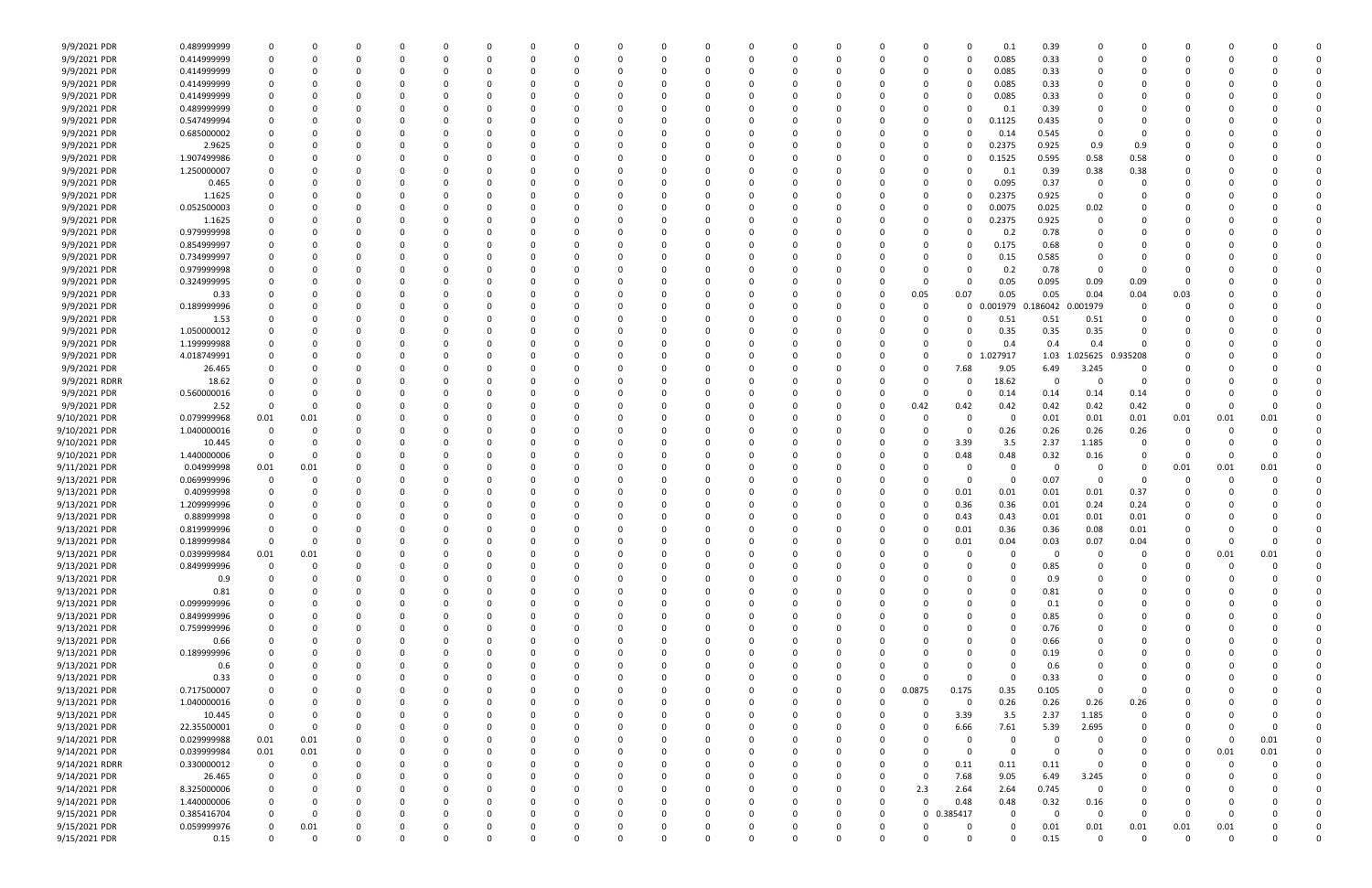| | | | | | | | | | | | | | | | | | | | | | | | | | | | |
|---|---|---|---|---|---|---|---|---|---|---|---|---|---|---|---|---|---|---|---|---|---|---|---|---|---|---|---|
| 9/9/2021 PDR | 0.489999999 | 0 | 0 | 0 | 0 | 0 | 0 | 0 | 0 | 0 | 0 | 0 | 0 | 0 | 0 | 0 | 0 | 0 | 0 | 0.1 | 0.39 | 0 | 0 | 0 | 0 | 0 | 0 |
| 9/9/2021 PDR | 0.414999999 | 0 | 0 | 0 | 0 | 0 | 0 | 0 | 0 | 0 | 0 | 0 | 0 | 0 | 0 | 0 | 0 | 0 | 0 | 0.085 | 0.33 | 0 | 0 | 0 | 0 | 0 | 0 |
| 9/9/2021 PDR | 0.414999999 | 0 | 0 | 0 | 0 | 0 | 0 | 0 | 0 | 0 | 0 | 0 | 0 | 0 | 0 | 0 | 0 | 0 | 0 | 0.085 | 0.33 | 0 | 0 | 0 | 0 | 0 | 0 |
| 9/9/2021 PDR | 0.414999999 | 0 | 0 | 0 | 0 | 0 | 0 | 0 | 0 | 0 | 0 | 0 | 0 | 0 | 0 | 0 | 0 | 0 | 0 | 0.085 | 0.33 | 0 | 0 | 0 | 0 | 0 | 0 |
| 9/9/2021 PDR | 0.414999999 | 0 | 0 | 0 | 0 | 0 | 0 | 0 | 0 | 0 | 0 | 0 | 0 | 0 | 0 | 0 | 0 | 0 | 0 | 0.085 | 0.33 | 0 | 0 | 0 | 0 | 0 | 0 |
| 9/9/2021 PDR | 0.489999999 | 0 | 0 | 0 | 0 | 0 | 0 | 0 | 0 | 0 | 0 | 0 | 0 | 0 | 0 | 0 | 0 | 0 | 0 | 0.1 | 0.39 | 0 | 0 | 0 | 0 | 0 | 0 |
| 9/9/2021 PDR | 0.547499994 | 0 | 0 | 0 | 0 | 0 | 0 | 0 | 0 | 0 | 0 | 0 | 0 | 0 | 0 | 0 | 0 | 0 | 0 | 0.1125 | 0.435 | 0 | 0 | 0 | 0 | 0 | 0 |
| 9/9/2021 PDR | 0.685000002 | 0 | 0 | 0 | 0 | 0 | 0 | 0 | 0 | 0 | 0 | 0 | 0 | 0 | 0 | 0 | 0 | 0 | 0 | 0.14 | 0.545 | 0 | 0 | 0 | 0 | 0 | 0 |
| 9/9/2021 PDR | 2.9625 | 0 | 0 | 0 | 0 | 0 | 0 | 0 | 0 | 0 | 0 | 0 | 0 | 0 | 0 | 0 | 0 | 0 | 0 | 0.2375 | 0.925 | 0.9 | 0.9 | 0 | 0 | 0 | 0 |
| 9/9/2021 PDR | 1.907499986 | 0 | 0 | 0 | 0 | 0 | 0 | 0 | 0 | 0 | 0 | 0 | 0 | 0 | 0 | 0 | 0 | 0 | 0 | 0.1525 | 0.595 | 0.58 | 0.58 | 0 | 0 | 0 | 0 |
| 9/9/2021 PDR | 1.250000007 | 0 | 0 | 0 | 0 | 0 | 0 | 0 | 0 | 0 | 0 | 0 | 0 | 0 | 0 | 0 | 0 | 0 | 0 | 0.1 | 0.39 | 0.38 | 0.38 | 0 | 0 | 0 | 0 |
| 9/9/2021 PDR | 0.465 | 0 | 0 | 0 | 0 | 0 | 0 | 0 | 0 | 0 | 0 | 0 | 0 | 0 | 0 | 0 | 0 | 0 | 0 | 0.095 | 0.37 | 0 | 0 | 0 | 0 | 0 | 0 |
| 9/9/2021 PDR | 1.1625 | 0 | 0 | 0 | 0 | 0 | 0 | 0 | 0 | 0 | 0 | 0 | 0 | 0 | 0 | 0 | 0 | 0 | 0 | 0.2375 | 0.925 | 0 | 0 | 0 | 0 | 0 | 0 |
| 9/9/2021 PDR | 0.052500003 | 0 | 0 | 0 | 0 | 0 | 0 | 0 | 0 | 0 | 0 | 0 | 0 | 0 | 0 | 0 | 0 | 0 | 0 | 0.0075 | 0.025 | 0.02 | 0 | 0 | 0 | 0 | 0 |
| 9/9/2021 PDR | 1.1625 | 0 | 0 | 0 | 0 | 0 | 0 | 0 | 0 | 0 | 0 | 0 | 0 | 0 | 0 | 0 | 0 | 0 | 0 | 0.2375 | 0.925 | 0 | 0 | 0 | 0 | 0 | 0 |
| 9/9/2021 PDR | 0.979999998 | 0 | 0 | 0 | 0 | 0 | 0 | 0 | 0 | 0 | 0 | 0 | 0 | 0 | 0 | 0 | 0 | 0 | 0 | 0.2 | 0.78 | 0 | 0 | 0 | 0 | 0 | 0 |
| 9/9/2021 PDR | 0.854999997 | 0 | 0 | 0 | 0 | 0 | 0 | 0 | 0 | 0 | 0 | 0 | 0 | 0 | 0 | 0 | 0 | 0 | 0 | 0.175 | 0.68 | 0 | 0 | 0 | 0 | 0 | 0 |
| 9/9/2021 PDR | 0.734999997 | 0 | 0 | 0 | 0 | 0 | 0 | 0 | 0 | 0 | 0 | 0 | 0 | 0 | 0 | 0 | 0 | 0 | 0 | 0.15 | 0.585 | 0 | 0 | 0 | 0 | 0 | 0 |
| 9/9/2021 PDR | 0.979999998 | 0 | 0 | 0 | 0 | 0 | 0 | 0 | 0 | 0 | 0 | 0 | 0 | 0 | 0 | 0 | 0 | 0 | 0 | 0.2 | 0.78 | 0 | 0 | 0 | 0 | 0 | 0 |
| 9/9/2021 PDR | 0.324999995 | 0 | 0 | 0 | 0 | 0 | 0 | 0 | 0 | 0 | 0 | 0 | 0 | 0 | 0 | 0 | 0 | 0 | 0 | 0.05 | 0.095 | 0.09 | 0.09 | 0 | 0 | 0 | 0 |
| 9/9/2021 PDR | 0.33 | 0 | 0 | 0 | 0 | 0 | 0 | 0 | 0 | 0 | 0 | 0 | 0 | 0 | 0 | 0 | 0 | 0.05 | 0.07 | 0.05 | 0.05 | 0.04 | 0.04 | 0.03 | 0 | 0 | 0 |
| 9/9/2021 PDR | 0.189999996 | 0 | 0 | 0 | 0 | 0 | 0 | 0 | 0 | 0 | 0 | 0 | 0 | 0 | 0 | 0 | 0 | 0 | 0 | 0.001979 | 0.186042 | 0.001979 | 0 | 0 | 0 | 0 | 0 |
| 9/9/2021 PDR | 1.53 | 0 | 0 | 0 | 0 | 0 | 0 | 0 | 0 | 0 | 0 | 0 | 0 | 0 | 0 | 0 | 0 | 0 | 0 | 0.51 | 0.51 | 0.51 | 0 | 0 | 0 | 0 | 0 |
| 9/9/2021 PDR | 1.050000012 | 0 | 0 | 0 | 0 | 0 | 0 | 0 | 0 | 0 | 0 | 0 | 0 | 0 | 0 | 0 | 0 | 0 | 0 | 0.35 | 0.35 | 0.35 | 0 | 0 | 0 | 0 | 0 |
| 9/9/2021 PDR | 1.199999988 | 0 | 0 | 0 | 0 | 0 | 0 | 0 | 0 | 0 | 0 | 0 | 0 | 0 | 0 | 0 | 0 | 0 | 0 | 0.4 | 0.4 | 0.4 | 0 | 0 | 0 | 0 | 0 |
| 9/9/2021 PDR | 4.018749991 | 0 | 0 | 0 | 0 | 0 | 0 | 0 | 0 | 0 | 0 | 0 | 0 | 0 | 0 | 0 | 0 | 0 | 0 | 1.027917 | 1.03 | 1.025625 | 0.935208 | 0 | 0 | 0 | 0 |
| 9/9/2021 PDR | 26.465 | 0 | 0 | 0 | 0 | 0 | 0 | 0 | 0 | 0 | 0 | 0 | 0 | 0 | 0 | 0 | 0 | 0 | 7.68 | 9.05 | 6.49 | 3.245 | 0 | 0 | 0 | 0 | 0 |
| 9/9/2021 RDRR | 18.62 | 0 | 0 | 0 | 0 | 0 | 0 | 0 | 0 | 0 | 0 | 0 | 0 | 0 | 0 | 0 | 0 | 0 | 0 | 18.62 | 0 | 0 | 0 | 0 | 0 | 0 | 0 |
| 9/9/2021 PDR | 0.560000016 | 0 | 0 | 0 | 0 | 0 | 0 | 0 | 0 | 0 | 0 | 0 | 0 | 0 | 0 | 0 | 0 | 0 | 0 | 0.14 | 0.14 | 0.14 | 0.14 | 0 | 0 | 0 | 0 |
| 9/9/2021 PDR | 2.52 | 0 | 0 | 0 | 0 | 0 | 0 | 0 | 0 | 0 | 0 | 0 | 0 | 0 | 0 | 0 | 0 | 0.42 | 0.42 | 0.42 | 0.42 | 0.42 | 0.42 | 0 | 0 | 0 | 0 |
| 9/10/2021 PDR | 0.079999968 | 0.01 | 0.01 | 0 | 0 | 0 | 0 | 0 | 0 | 0 | 0 | 0 | 0 | 0 | 0 | 0 | 0 | 0 | 0 | 0 | 0.01 | 0.01 | 0.01 | 0.01 | 0.01 | 0.01 | 0 |
| 9/10/2021 PDR | 1.040000016 | 0 | 0 | 0 | 0 | 0 | 0 | 0 | 0 | 0 | 0 | 0 | 0 | 0 | 0 | 0 | 0 | 0 | 0 | 0.26 | 0.26 | 0.26 | 0.26 | 0 | 0 | 0 | 0 |
| 9/10/2021 PDR | 10.445 | 0 | 0 | 0 | 0 | 0 | 0 | 0 | 0 | 0 | 0 | 0 | 0 | 0 | 0 | 0 | 0 | 0 | 3.39 | 3.5 | 2.37 | 1.185 | 0 | 0 | 0 | 0 | 0 |
| 9/10/2021 PDR | 1.440000006 | 0 | 0 | 0 | 0 | 0 | 0 | 0 | 0 | 0 | 0 | 0 | 0 | 0 | 0 | 0 | 0 | 0 | 0.48 | 0.48 | 0.32 | 0.16 | 0 | 0 | 0 | 0 | 0 |
| 9/11/2021 PDR | 0.04999998 | 0.01 | 0.01 | 0 | 0 | 0 | 0 | 0 | 0 | 0 | 0 | 0 | 0 | 0 | 0 | 0 | 0 | 0 | 0 | 0 | 0 | 0 | 0 | 0.01 | 0.01 | 0.01 | 0 |
| 9/13/2021 PDR | 0.069999996 | 0 | 0 | 0 | 0 | 0 | 0 | 0 | 0 | 0 | 0 | 0 | 0 | 0 | 0 | 0 | 0 | 0 | 0 | 0 | 0.07 | 0 | 0 | 0 | 0 | 0 | 0 |
| 9/13/2021 PDR | 0.40999998 | 0 | 0 | 0 | 0 | 0 | 0 | 0 | 0 | 0 | 0 | 0 | 0 | 0 | 0 | 0 | 0 | 0 | 0.01 | 0.01 | 0.01 | 0.01 | 0.37 | 0 | 0 | 0 | 0 |
| 9/13/2021 PDR | 1.209999996 | 0 | 0 | 0 | 0 | 0 | 0 | 0 | 0 | 0 | 0 | 0 | 0 | 0 | 0 | 0 | 0 | 0 | 0.36 | 0.36 | 0.01 | 0.24 | 0.24 | 0 | 0 | 0 | 0 |
| 9/13/2021 PDR | 0.88999998 | 0 | 0 | 0 | 0 | 0 | 0 | 0 | 0 | 0 | 0 | 0 | 0 | 0 | 0 | 0 | 0 | 0 | 0.43 | 0.43 | 0.01 | 0.01 | 0.01 | 0 | 0 | 0 | 0 |
| 9/13/2021 PDR | 0.819999996 | 0 | 0 | 0 | 0 | 0 | 0 | 0 | 0 | 0 | 0 | 0 | 0 | 0 | 0 | 0 | 0 | 0 | 0.01 | 0.36 | 0.36 | 0.08 | 0.01 | 0 | 0 | 0 | 0 |
| 9/13/2021 PDR | 0.189999984 | 0 | 0 | 0 | 0 | 0 | 0 | 0 | 0 | 0 | 0 | 0 | 0 | 0 | 0 | 0 | 0 | 0 | 0.01 | 0.04 | 0.03 | 0.07 | 0.04 | 0 | 0 | 0 | 0 |
| 9/13/2021 PDR | 0.039999984 | 0.01 | 0.01 | 0 | 0 | 0 | 0 | 0 | 0 | 0 | 0 | 0 | 0 | 0 | 0 | 0 | 0 | 0 | 0 | 0 | 0 | 0 | 0 | 0 | 0.01 | 0.01 | 0 |
| 9/13/2021 PDR | 0.849999996 | 0 | 0 | 0 | 0 | 0 | 0 | 0 | 0 | 0 | 0 | 0 | 0 | 0 | 0 | 0 | 0 | 0 | 0 | 0 | 0.85 | 0 | 0 | 0 | 0 | 0 | 0 |
| 9/13/2021 PDR | 0.9 | 0 | 0 | 0 | 0 | 0 | 0 | 0 | 0 | 0 | 0 | 0 | 0 | 0 | 0 | 0 | 0 | 0 | 0 | 0 | 0.9 | 0 | 0 | 0 | 0 | 0 | 0 |
| 9/13/2021 PDR | 0.81 | 0 | 0 | 0 | 0 | 0 | 0 | 0 | 0 | 0 | 0 | 0 | 0 | 0 | 0 | 0 | 0 | 0 | 0 | 0 | 0.81 | 0 | 0 | 0 | 0 | 0 | 0 |
| 9/13/2021 PDR | 0.099999996 | 0 | 0 | 0 | 0 | 0 | 0 | 0 | 0 | 0 | 0 | 0 | 0 | 0 | 0 | 0 | 0 | 0 | 0 | 0 | 0.1 | 0 | 0 | 0 | 0 | 0 | 0 |
| 9/13/2021 PDR | 0.849999996 | 0 | 0 | 0 | 0 | 0 | 0 | 0 | 0 | 0 | 0 | 0 | 0 | 0 | 0 | 0 | 0 | 0 | 0 | 0 | 0.85 | 0 | 0 | 0 | 0 | 0 | 0 |
| 9/13/2021 PDR | 0.759999996 | 0 | 0 | 0 | 0 | 0 | 0 | 0 | 0 | 0 | 0 | 0 | 0 | 0 | 0 | 0 | 0 | 0 | 0 | 0 | 0.76 | 0 | 0 | 0 | 0 | 0 | 0 |
| 9/13/2021 PDR | 0.66 | 0 | 0 | 0 | 0 | 0 | 0 | 0 | 0 | 0 | 0 | 0 | 0 | 0 | 0 | 0 | 0 | 0 | 0 | 0 | 0.66 | 0 | 0 | 0 | 0 | 0 | 0 |
| 9/13/2021 PDR | 0.189999996 | 0 | 0 | 0 | 0 | 0 | 0 | 0 | 0 | 0 | 0 | 0 | 0 | 0 | 0 | 0 | 0 | 0 | 0 | 0 | 0.19 | 0 | 0 | 0 | 0 | 0 | 0 |
| 9/13/2021 PDR | 0.6 | 0 | 0 | 0 | 0 | 0 | 0 | 0 | 0 | 0 | 0 | 0 | 0 | 0 | 0 | 0 | 0 | 0 | 0 | 0 | 0.6 | 0 | 0 | 0 | 0 | 0 | 0 |
| 9/13/2021 PDR | 0.33 | 0 | 0 | 0 | 0 | 0 | 0 | 0 | 0 | 0 | 0 | 0 | 0 | 0 | 0 | 0 | 0 | 0 | 0 | 0 | 0.33 | 0 | 0 | 0 | 0 | 0 | 0 |
| 9/13/2021 PDR | 0.717500007 | 0 | 0 | 0 | 0 | 0 | 0 | 0 | 0 | 0 | 0 | 0 | 0 | 0 | 0 | 0 | 0 | 0.0875 | 0.175 | 0.35 | 0.105 | 0 | 0 | 0 | 0 | 0 | 0 |
| 9/13/2021 PDR | 1.040000016 | 0 | 0 | 0 | 0 | 0 | 0 | 0 | 0 | 0 | 0 | 0 | 0 | 0 | 0 | 0 | 0 | 0 | 0 | 0.26 | 0.26 | 0.26 | 0.26 | 0 | 0 | 0 | 0 |
| 9/13/2021 PDR | 10.445 | 0 | 0 | 0 | 0 | 0 | 0 | 0 | 0 | 0 | 0 | 0 | 0 | 0 | 0 | 0 | 0 | 0 | 3.39 | 3.5 | 2.37 | 1.185 | 0 | 0 | 0 | 0 | 0 |
| 9/13/2021 PDR | 22.35500001 | 0 | 0 | 0 | 0 | 0 | 0 | 0 | 0 | 0 | 0 | 0 | 0 | 0 | 0 | 0 | 0 | 0 | 6.66 | 7.61 | 5.39 | 2.695 | 0 | 0 | 0 | 0 | 0 |
| 9/14/2021 PDR | 0.029999988 | 0.01 | 0.01 | 0 | 0 | 0 | 0 | 0 | 0 | 0 | 0 | 0 | 0 | 0 | 0 | 0 | 0 | 0 | 0 | 0 | 0 | 0 | 0 | 0 | 0 | 0.01 | 0 |
| 9/14/2021 PDR | 0.039999984 | 0.01 | 0.01 | 0 | 0 | 0 | 0 | 0 | 0 | 0 | 0 | 0 | 0 | 0 | 0 | 0 | 0 | 0 | 0 | 0 | 0 | 0 | 0 | 0 | 0.01 | 0.01 | 0 |
| 9/14/2021 RDRR | 0.330000012 | 0 | 0 | 0 | 0 | 0 | 0 | 0 | 0 | 0 | 0 | 0 | 0 | 0 | 0 | 0 | 0 | 0 | 0.11 | 0.11 | 0.11 | 0 | 0 | 0 | 0 | 0 | 0 |
| 9/14/2021 PDR | 26.465 | 0 | 0 | 0 | 0 | 0 | 0 | 0 | 0 | 0 | 0 | 0 | 0 | 0 | 0 | 0 | 0 | 0 | 7.68 | 9.05 | 6.49 | 3.245 | 0 | 0 | 0 | 0 | 0 |
| 9/14/2021 PDR | 8.325000006 | 0 | 0 | 0 | 0 | 0 | 0 | 0 | 0 | 0 | 0 | 0 | 0 | 0 | 0 | 0 | 0 | 2.3 | 2.64 | 2.64 | 0.745 | 0 | 0 | 0 | 0 | 0 | 0 |
| 9/14/2021 PDR | 1.440000006 | 0 | 0 | 0 | 0 | 0 | 0 | 0 | 0 | 0 | 0 | 0 | 0 | 0 | 0 | 0 | 0 | 0 | 0.48 | 0.48 | 0.32 | 0.16 | 0 | 0 | 0 | 0 | 0 |
| 9/15/2021 PDR | 0.385416704 | 0 | 0 | 0 | 0 | 0 | 0 | 0 | 0 | 0 | 0 | 0 | 0 | 0 | 0 | 0 | 0 | 0 | 0.385417 | 0 | 0 | 0 | 0 | 0 | 0 | 0 | 0 |
| 9/15/2021 PDR | 0.059999976 | 0 | 0.01 | 0 | 0 | 0 | 0 | 0 | 0 | 0 | 0 | 0 | 0 | 0 | 0 | 0 | 0 | 0 | 0 | 0 | 0.01 | 0.01 | 0.01 | 0.01 | 0.01 | 0 | 0 |
| 9/15/2021 PDR | 0.15 | 0 | 0 | 0 | 0 | 0 | 0 | 0 | 0 | 0 | 0 | 0 | 0 | 0 | 0 | 0 | 0 | 0 | 0 | 0 | 0.15 | 0 | 0 | 0 | 0 | 0 | 0 |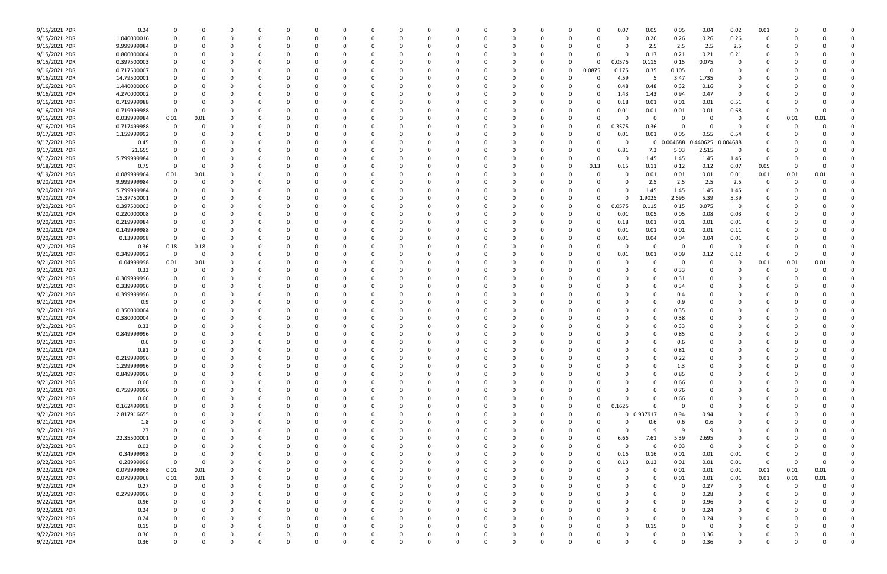| | | | | | | | | | | | | | | | | | | | | | | | | | | | |
|---|---|---|---|---|---|---|---|---|---|---|---|---|---|---|---|---|---|---|---|---|---|---|---|---|---|---|---|
| 9/15/2021 PDR | 0.24 | 0 | 0 | 0 | 0 | 0 | 0 | 0 | 0 | 0 | 0 | 0 | 0 | 0 | 0 | 0 | 0 | 0.07 | 0.05 | 0.05 | 0.04 | 0.02 | 0.01 | 0 | 0 | 0 | 0 |
| 9/15/2021 PDR | 1.040000016 | 0 | 0 | 0 | 0 | 0 | 0 | 0 | 0 | 0 | 0 | 0 | 0 | 0 | 0 | 0 | 0 | 0 | 0.26 | 0.26 | 0.26 | 0.26 | 0 | 0 | 0 | 0 | 0 |
| 9/15/2021 PDR | 9.999999984 | 0 | 0 | 0 | 0 | 0 | 0 | 0 | 0 | 0 | 0 | 0 | 0 | 0 | 0 | 0 | 0 | 0 | 2.5 | 2.5 | 2.5 | 2.5 | 0 | 0 | 0 | 0 | 0 |
| 9/15/2021 PDR | 0.800000004 | 0 | 0 | 0 | 0 | 0 | 0 | 0 | 0 | 0 | 0 | 0 | 0 | 0 | 0 | 0 | 0 | 0 | 0.17 | 0.21 | 0.21 | 0.21 | 0 | 0 | 0 | 0 | 0 |
| 9/15/2021 PDR | 0.397500003 | 0 | 0 | 0 | 0 | 0 | 0 | 0 | 0 | 0 | 0 | 0 | 0 | 0 | 0 | 0 | 0 | 0.0575 | 0.115 | 0.15 | 0.075 | 0 | 0 | 0 | 0 | 0 | 0 |
| 9/16/2021 PDR | 0.717500007 | 0 | 0 | 0 | 0 | 0 | 0 | 0 | 0 | 0 | 0 | 0 | 0 | 0 | 0 | 0 | 0.0875 | 0.175 | 0.35 | 0.105 | 0 | 0 | 0 | 0 | 0 | 0 | 0 |
| 9/16/2021 PDR | 14.79500001 | 0 | 0 | 0 | 0 | 0 | 0 | 0 | 0 | 0 | 0 | 0 | 0 | 0 | 0 | 0 | 0 | 4.59 | 5 | 3.47 | 1.735 | 0 | 0 | 0 | 0 | 0 | 0 |
| 9/16/2021 PDR | 1.440000006 | 0 | 0 | 0 | 0 | 0 | 0 | 0 | 0 | 0 | 0 | 0 | 0 | 0 | 0 | 0 | 0 | 0.48 | 0.48 | 0.32 | 0.16 | 0 | 0 | 0 | 0 | 0 | 0 |
| 9/16/2021 PDR | 4.270000002 | 0 | 0 | 0 | 0 | 0 | 0 | 0 | 0 | 0 | 0 | 0 | 0 | 0 | 0 | 0 | 0 | 1.43 | 1.43 | 0.94 | 0.47 | 0 | 0 | 0 | 0 | 0 | 0 |
| 9/16/2021 PDR | 0.719999988 | 0 | 0 | 0 | 0 | 0 | 0 | 0 | 0 | 0 | 0 | 0 | 0 | 0 | 0 | 0 | 0 | 0.18 | 0.01 | 0.01 | 0.01 | 0.51 | 0 | 0 | 0 | 0 | 0 |
| 9/16/2021 PDR | 0.719999988 | 0 | 0 | 0 | 0 | 0 | 0 | 0 | 0 | 0 | 0 | 0 | 0 | 0 | 0 | 0 | 0 | 0.01 | 0.01 | 0.01 | 0.01 | 0.68 | 0 | 0 | 0 | 0 | 0 |
| 9/16/2021 PDR | 0.039999984 | 0.01 | 0.01 | 0 | 0 | 0 | 0 | 0 | 0 | 0 | 0 | 0 | 0 | 0 | 0 | 0 | 0 | 0 | 0 | 0 | 0 | 0 | 0 | 0 | 0.01 | 0.01 | 0 |
| 9/16/2021 PDR | 0.717499988 | 0 | 0 | 0 | 0 | 0 | 0 | 0 | 0 | 0 | 0 | 0 | 0 | 0 | 0 | 0 | 0 | 0.3575 | 0.36 | 0 | 0 | 0 | 0 | 0 | 0 | 0 | 0 |
| 9/17/2021 PDR | 1.159999992 | 0 | 0 | 0 | 0 | 0 | 0 | 0 | 0 | 0 | 0 | 0 | 0 | 0 | 0 | 0 | 0 | 0.01 | 0.01 | 0.05 | 0.55 | 0.54 | 0 | 0 | 0 | 0 | 0 |
| 9/17/2021 PDR | 0.45 | 0 | 0 | 0 | 0 | 0 | 0 | 0 | 0 | 0 | 0 | 0 | 0 | 0 | 0 | 0 | 0 | 0 | 0 | 0.004688 | 0.440625 | 0.004688 | 0 | 0 | 0 | 0 | 0 |
| 9/17/2021 PDR | 21.655 | 0 | 0 | 0 | 0 | 0 | 0 | 0 | 0 | 0 | 0 | 0 | 0 | 0 | 0 | 0 | 0 | 6.81 | 7.3 | 5.03 | 2.515 | 0 | 0 | 0 | 0 | 0 | 0 |
| 9/17/2021 PDR | 5.799999984 | 0 | 0 | 0 | 0 | 0 | 0 | 0 | 0 | 0 | 0 | 0 | 0 | 0 | 0 | 0 | 0 | 0 | 1.45 | 1.45 | 1.45 | 1.45 | 0 | 0 | 0 | 0 | 0 |
| 9/18/2021 PDR | 0.75 | 0 | 0 | 0 | 0 | 0 | 0 | 0 | 0 | 0 | 0 | 0 | 0 | 0 | 0 | 0 | 0.13 | 0.15 | 0.11 | 0.12 | 0.12 | 0.07 | 0.05 | 0 | 0 | 0 | 0 |
| 9/19/2021 PDR | 0.089999964 | 0.01 | 0.01 | 0 | 0 | 0 | 0 | 0 | 0 | 0 | 0 | 0 | 0 | 0 | 0 | 0 | 0 | 0 | 0.01 | 0.01 | 0.01 | 0.01 | 0.01 | 0 | 0.01 | 0.01 | 0 |
| 9/20/2021 PDR | 9.999999984 | 0 | 0 | 0 | 0 | 0 | 0 | 0 | 0 | 0 | 0 | 0 | 0 | 0 | 0 | 0 | 0 | 0 | 2.5 | 2.5 | 2.5 | 2.5 | 0 | 0 | 0 | 0 | 0 |
| 9/20/2021 PDR | 5.799999984 | 0 | 0 | 0 | 0 | 0 | 0 | 0 | 0 | 0 | 0 | 0 | 0 | 0 | 0 | 0 | 0 | 0 | 1.45 | 1.45 | 1.45 | 1.45 | 0 | 0 | 0 | 0 | 0 |
| 9/20/2021 PDR | 15.37750001 | 0 | 0 | 0 | 0 | 0 | 0 | 0 | 0 | 0 | 0 | 0 | 0 | 0 | 0 | 0 | 0 | 0 | 1.9025 | 2.695 | 5.39 | 5.39 | 0 | 0 | 0 | 0 | 0 |
| 9/20/2021 PDR | 0.397500003 | 0 | 0 | 0 | 0 | 0 | 0 | 0 | 0 | 0 | 0 | 0 | 0 | 0 | 0 | 0 | 0 | 0.0575 | 0.115 | 0.15 | 0.075 | 0 | 0 | 0 | 0 | 0 | 0 |
| 9/20/2021 PDR | 0.220000008 | 0 | 0 | 0 | 0 | 0 | 0 | 0 | 0 | 0 | 0 | 0 | 0 | 0 | 0 | 0 | 0 | 0.01 | 0.05 | 0.05 | 0.08 | 0.03 | 0 | 0 | 0 | 0 | 0 |
| 9/20/2021 PDR | 0.219999984 | 0 | 0 | 0 | 0 | 0 | 0 | 0 | 0 | 0 | 0 | 0 | 0 | 0 | 0 | 0 | 0 | 0.18 | 0.01 | 0.01 | 0.01 | 0.01 | 0 | 0 | 0 | 0 | 0 |
| 9/20/2021 PDR | 0.149999988 | 0 | 0 | 0 | 0 | 0 | 0 | 0 | 0 | 0 | 0 | 0 | 0 | 0 | 0 | 0 | 0 | 0.01 | 0.01 | 0.01 | 0.01 | 0.11 | 0 | 0 | 0 | 0 | 0 |
| 9/20/2021 PDR | 0.13999998 | 0 | 0 | 0 | 0 | 0 | 0 | 0 | 0 | 0 | 0 | 0 | 0 | 0 | 0 | 0 | 0 | 0.01 | 0.04 | 0.04 | 0.04 | 0.01 | 0 | 0 | 0 | 0 | 0 |
| 9/21/2021 PDR | 0.36 | 0.18 | 0.18 | 0 | 0 | 0 | 0 | 0 | 0 | 0 | 0 | 0 | 0 | 0 | 0 | 0 | 0 | 0 | 0 | 0 | 0 | 0 | 0 | 0 | 0 | 0 | 0 |
| 9/21/2021 PDR | 0.349999992 | 0 | 0 | 0 | 0 | 0 | 0 | 0 | 0 | 0 | 0 | 0 | 0 | 0 | 0 | 0 | 0 | 0.01 | 0.01 | 0.09 | 0.12 | 0.12 | 0 | 0 | 0 | 0 | 0 |
| 9/21/2021 PDR | 0.04999998 | 0.01 | 0.01 | 0 | 0 | 0 | 0 | 0 | 0 | 0 | 0 | 0 | 0 | 0 | 0 | 0 | 0 | 0 | 0 | 0 | 0 | 0 | 0.01 | 0 | 0.01 | 0.01 | 0 |
| 9/21/2021 PDR | 0.33 | 0 | 0 | 0 | 0 | 0 | 0 | 0 | 0 | 0 | 0 | 0 | 0 | 0 | 0 | 0 | 0 | 0 | 0 | 0.33 | 0 | 0 | 0 | 0 | 0 | 0 | 0 |
| 9/21/2021 PDR | 0.309999996 | 0 | 0 | 0 | 0 | 0 | 0 | 0 | 0 | 0 | 0 | 0 | 0 | 0 | 0 | 0 | 0 | 0 | 0 | 0.31 | 0 | 0 | 0 | 0 | 0 | 0 | 0 |
| 9/21/2021 PDR | 0.339999996 | 0 | 0 | 0 | 0 | 0 | 0 | 0 | 0 | 0 | 0 | 0 | 0 | 0 | 0 | 0 | 0 | 0 | 0 | 0.34 | 0 | 0 | 0 | 0 | 0 | 0 | 0 |
| 9/21/2021 PDR | 0.399999996 | 0 | 0 | 0 | 0 | 0 | 0 | 0 | 0 | 0 | 0 | 0 | 0 | 0 | 0 | 0 | 0 | 0 | 0 | 0.4 | 0 | 0 | 0 | 0 | 0 | 0 | 0 |
| 9/21/2021 PDR | 0.9 | 0 | 0 | 0 | 0 | 0 | 0 | 0 | 0 | 0 | 0 | 0 | 0 | 0 | 0 | 0 | 0 | 0 | 0 | 0.9 | 0 | 0 | 0 | 0 | 0 | 0 | 0 |
| 9/21/2021 PDR | 0.350000004 | 0 | 0 | 0 | 0 | 0 | 0 | 0 | 0 | 0 | 0 | 0 | 0 | 0 | 0 | 0 | 0 | 0 | 0 | 0.35 | 0 | 0 | 0 | 0 | 0 | 0 | 0 |
| 9/21/2021 PDR | 0.380000004 | 0 | 0 | 0 | 0 | 0 | 0 | 0 | 0 | 0 | 0 | 0 | 0 | 0 | 0 | 0 | 0 | 0 | 0 | 0.38 | 0 | 0 | 0 | 0 | 0 | 0 | 0 |
| 9/21/2021 PDR | 0.33 | 0 | 0 | 0 | 0 | 0 | 0 | 0 | 0 | 0 | 0 | 0 | 0 | 0 | 0 | 0 | 0 | 0 | 0 | 0.33 | 0 | 0 | 0 | 0 | 0 | 0 | 0 |
| 9/21/2021 PDR | 0.849999996 | 0 | 0 | 0 | 0 | 0 | 0 | 0 | 0 | 0 | 0 | 0 | 0 | 0 | 0 | 0 | 0 | 0 | 0 | 0.85 | 0 | 0 | 0 | 0 | 0 | 0 | 0 |
| 9/21/2021 PDR | 0.6 | 0 | 0 | 0 | 0 | 0 | 0 | 0 | 0 | 0 | 0 | 0 | 0 | 0 | 0 | 0 | 0 | 0 | 0 | 0.6 | 0 | 0 | 0 | 0 | 0 | 0 | 0 |
| 9/21/2021 PDR | 0.81 | 0 | 0 | 0 | 0 | 0 | 0 | 0 | 0 | 0 | 0 | 0 | 0 | 0 | 0 | 0 | 0 | 0 | 0 | 0.81 | 0 | 0 | 0 | 0 | 0 | 0 | 0 |
| 9/21/2021 PDR | 0.219999996 | 0 | 0 | 0 | 0 | 0 | 0 | 0 | 0 | 0 | 0 | 0 | 0 | 0 | 0 | 0 | 0 | 0 | 0 | 0.22 | 0 | 0 | 0 | 0 | 0 | 0 | 0 |
| 9/21/2021 PDR | 1.299999996 | 0 | 0 | 0 | 0 | 0 | 0 | 0 | 0 | 0 | 0 | 0 | 0 | 0 | 0 | 0 | 0 | 0 | 0 | 1.3 | 0 | 0 | 0 | 0 | 0 | 0 | 0 |
| 9/21/2021 PDR | 0.849999996 | 0 | 0 | 0 | 0 | 0 | 0 | 0 | 0 | 0 | 0 | 0 | 0 | 0 | 0 | 0 | 0 | 0 | 0 | 0.85 | 0 | 0 | 0 | 0 | 0 | 0 | 0 |
| 9/21/2021 PDR | 0.66 | 0 | 0 | 0 | 0 | 0 | 0 | 0 | 0 | 0 | 0 | 0 | 0 | 0 | 0 | 0 | 0 | 0 | 0 | 0.66 | 0 | 0 | 0 | 0 | 0 | 0 | 0 |
| 9/21/2021 PDR | 0.759999996 | 0 | 0 | 0 | 0 | 0 | 0 | 0 | 0 | 0 | 0 | 0 | 0 | 0 | 0 | 0 | 0 | 0 | 0 | 0.76 | 0 | 0 | 0 | 0 | 0 | 0 | 0 |
| 9/21/2021 PDR | 0.66 | 0 | 0 | 0 | 0 | 0 | 0 | 0 | 0 | 0 | 0 | 0 | 0 | 0 | 0 | 0 | 0 | 0 | 0 | 0.66 | 0 | 0 | 0 | 0 | 0 | 0 | 0 |
| 9/21/2021 PDR | 0.162499998 | 0 | 0 | 0 | 0 | 0 | 0 | 0 | 0 | 0 | 0 | 0 | 0 | 0 | 0 | 0 | 0 | 0.1625 | 0 | 0 | 0 | 0 | 0 | 0 | 0 | 0 | 0 |
| 9/21/2021 PDR | 2.817916655 | 0 | 0 | 0 | 0 | 0 | 0 | 0 | 0 | 0 | 0 | 0 | 0 | 0 | 0 | 0 | 0 | 0 | 0.937917 | 0.94 | 0.94 | 0 | 0 | 0 | 0 | 0 | 0 |
| 9/21/2021 PDR | 1.8 | 0 | 0 | 0 | 0 | 0 | 0 | 0 | 0 | 0 | 0 | 0 | 0 | 0 | 0 | 0 | 0 | 0 | 0.6 | 0.6 | 0.6 | 0 | 0 | 0 | 0 | 0 | 0 |
| 9/21/2021 PDR | 27 | 0 | 0 | 0 | 0 | 0 | 0 | 0 | 0 | 0 | 0 | 0 | 0 | 0 | 0 | 0 | 0 | 0 | 9 | 9 | 9 | 0 | 0 | 0 | 0 | 0 | 0 |
| 9/21/2021 PDR | 22.35500001 | 0 | 0 | 0 | 0 | 0 | 0 | 0 | 0 | 0 | 0 | 0 | 0 | 0 | 0 | 0 | 0 | 6.66 | 7.61 | 5.39 | 2.695 | 0 | 0 | 0 | 0 | 0 | 0 |
| 9/22/2021 PDR | 0.03 | 0 | 0 | 0 | 0 | 0 | 0 | 0 | 0 | 0 | 0 | 0 | 0 | 0 | 0 | 0 | 0 | 0 | 0 | 0.03 | 0 | 0 | 0 | 0 | 0 | 0 | 0 |
| 9/22/2021 PDR | 0.34999998 | 0 | 0 | 0 | 0 | 0 | 0 | 0 | 0 | 0 | 0 | 0 | 0 | 0 | 0 | 0 | 0 | 0.16 | 0.16 | 0.01 | 0.01 | 0.01 | 0 | 0 | 0 | 0 | 0 |
| 9/22/2021 PDR | 0.28999998 | 0 | 0 | 0 | 0 | 0 | 0 | 0 | 0 | 0 | 0 | 0 | 0 | 0 | 0 | 0 | 0 | 0.13 | 0.13 | 0.01 | 0.01 | 0.01 | 0 | 0 | 0 | 0 | 0 |
| 9/22/2021 PDR | 0.079999968 | 0.01 | 0.01 | 0 | 0 | 0 | 0 | 0 | 0 | 0 | 0 | 0 | 0 | 0 | 0 | 0 | 0 | 0 | 0 | 0.01 | 0.01 | 0.01 | 0.01 | 0 | 0.01 | 0.01 | 0 |
| 9/22/2021 PDR | 0.079999968 | 0.01 | 0.01 | 0 | 0 | 0 | 0 | 0 | 0 | 0 | 0 | 0 | 0 | 0 | 0 | 0 | 0 | 0 | 0 | 0.01 | 0.01 | 0.01 | 0.01 | 0 | 0.01 | 0.01 | 0 |
| 9/22/2021 PDR | 0.27 | 0 | 0 | 0 | 0 | 0 | 0 | 0 | 0 | 0 | 0 | 0 | 0 | 0 | 0 | 0 | 0 | 0 | 0 | 0 | 0.27 | 0 | 0 | 0 | 0 | 0 | 0 |
| 9/22/2021 PDR | 0.279999996 | 0 | 0 | 0 | 0 | 0 | 0 | 0 | 0 | 0 | 0 | 0 | 0 | 0 | 0 | 0 | 0 | 0 | 0 | 0 | 0.28 | 0 | 0 | 0 | 0 | 0 | 0 |
| 9/22/2021 PDR | 0.96 | 0 | 0 | 0 | 0 | 0 | 0 | 0 | 0 | 0 | 0 | 0 | 0 | 0 | 0 | 0 | 0 | 0 | 0 | 0 | 0.96 | 0 | 0 | 0 | 0 | 0 | 0 |
| 9/22/2021 PDR | 0.24 | 0 | 0 | 0 | 0 | 0 | 0 | 0 | 0 | 0 | 0 | 0 | 0 | 0 | 0 | 0 | 0 | 0 | 0 | 0 | 0.24 | 0 | 0 | 0 | 0 | 0 | 0 |
| 9/22/2021 PDR | 0.24 | 0 | 0 | 0 | 0 | 0 | 0 | 0 | 0 | 0 | 0 | 0 | 0 | 0 | 0 | 0 | 0 | 0 | 0 | 0 | 0.24 | 0 | 0 | 0 | 0 | 0 | 0 |
| 9/22/2021 PDR | 0.15 | 0 | 0 | 0 | 0 | 0 | 0 | 0 | 0 | 0 | 0 | 0 | 0 | 0 | 0 | 0 | 0 | 0 | 0.15 | 0 | 0 | 0 | 0 | 0 | 0 | 0 | 0 |
| 9/22/2021 PDR | 0.36 | 0 | 0 | 0 | 0 | 0 | 0 | 0 | 0 | 0 | 0 | 0 | 0 | 0 | 0 | 0 | 0 | 0 | 0 | 0 | 0.36 | 0 | 0 | 0 | 0 | 0 | 0 |
| 9/22/2021 PDR | 0.36 | 0 | 0 | 0 | 0 | 0 | 0 | 0 | 0 | 0 | 0 | 0 | 0 | 0 | 0 | 0 | 0 | 0 | 0 | 0 | 0.36 | 0 | 0 | 0 | 0 | 0 | 0 |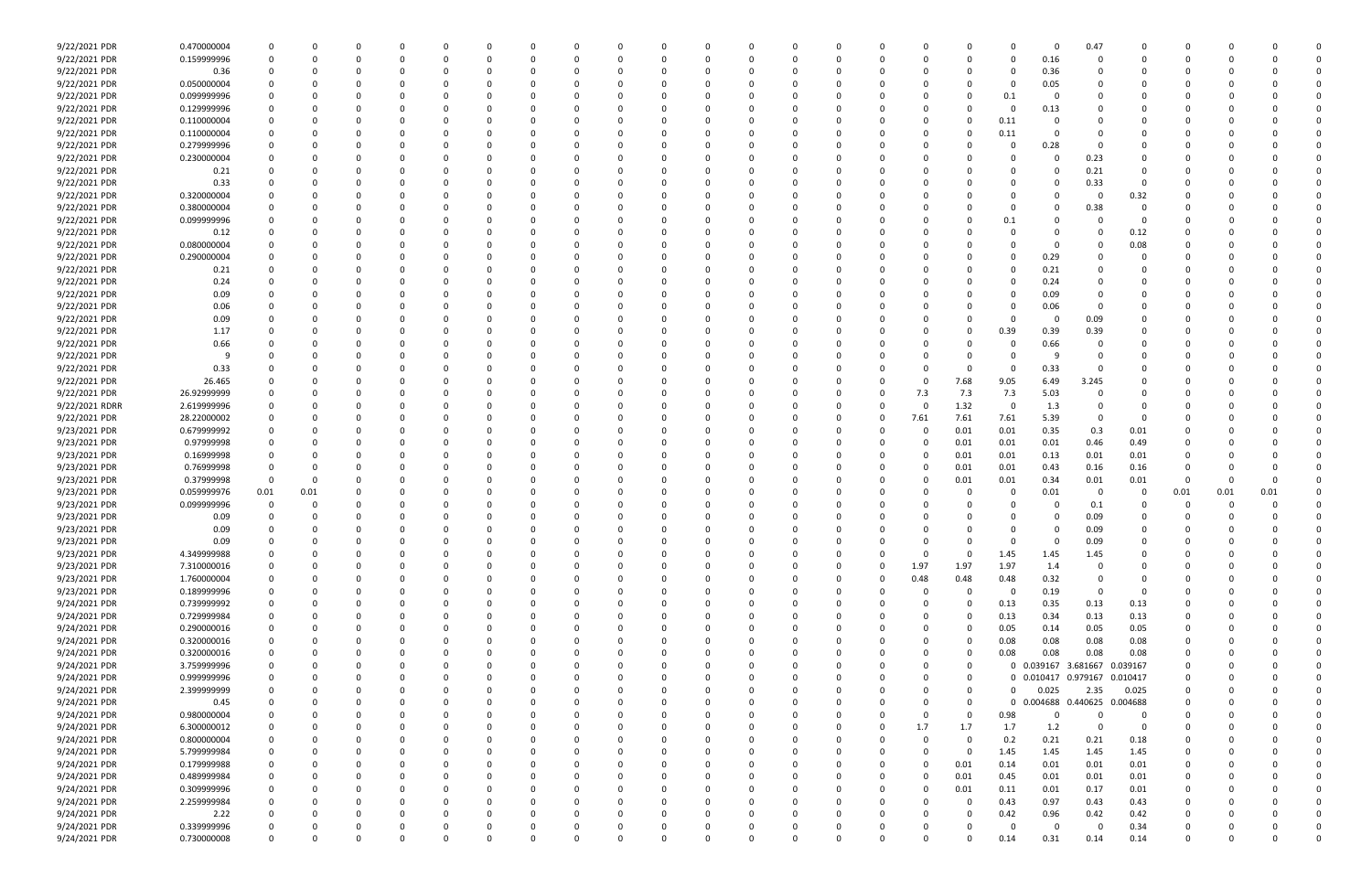| | | | | | | | | | | | | | | | | | | | | | |
|---|---|---|---|---|---|---|---|---|---|---|---|---|---|---|---|---|---|---|---|---|---|
| 9/22/2021 PDR | 0.470000004 | 0 | 0 | 0 | 0 | 0 | 0 | 0 | 0 | 0 | 0 | 0 | 0 | 0 | 0 | 0 | 0.47 | 0 | 0 | 0 | 0 |
| 9/22/2021 PDR | 0.159999996 | 0 | 0 | 0 | 0 | 0 | 0 | 0 | 0 | 0 | 0 | 0 | 0 | 0 | 0 | 0.16 | 0 | 0 | 0 | 0 | 0 |
| 9/22/2021 PDR | 0.36 | 0 | 0 | 0 | 0 | 0 | 0 | 0 | 0 | 0 | 0 | 0 | 0 | 0 | 0 | 0.36 | 0 | 0 | 0 | 0 | 0 |
| 9/22/2021 PDR | 0.050000004 | 0 | 0 | 0 | 0 | 0 | 0 | 0 | 0 | 0 | 0 | 0 | 0 | 0 | 0 | 0.05 | 0 | 0 | 0 | 0 | 0 |
| 9/22/2021 PDR | 0.099999996 | 0 | 0 | 0 | 0 | 0 | 0 | 0 | 0 | 0 | 0 | 0 | 0 | 0 | 0.1 | 0 | 0 | 0 | 0 | 0 | 0 |
| 9/22/2021 PDR | 0.129999996 | 0 | 0 | 0 | 0 | 0 | 0 | 0 | 0 | 0 | 0 | 0 | 0 | 0 | 0 | 0.13 | 0 | 0 | 0 | 0 | 0 |
| 9/22/2021 PDR | 0.110000004 | 0 | 0 | 0 | 0 | 0 | 0 | 0 | 0 | 0 | 0 | 0 | 0 | 0 | 0.11 | 0 | 0 | 0 | 0 | 0 | 0 |
| 9/22/2021 PDR | 0.110000004 | 0 | 0 | 0 | 0 | 0 | 0 | 0 | 0 | 0 | 0 | 0 | 0 | 0 | 0.11 | 0 | 0 | 0 | 0 | 0 | 0 |
| 9/22/2021 PDR | 0.279999996 | 0 | 0 | 0 | 0 | 0 | 0 | 0 | 0 | 0 | 0 | 0 | 0 | 0 | 0 | 0.28 | 0 | 0 | 0 | 0 | 0 |
| 9/22/2021 PDR | 0.230000004 | 0 | 0 | 0 | 0 | 0 | 0 | 0 | 0 | 0 | 0 | 0 | 0 | 0 | 0 | 0 | 0.23 | 0 | 0 | 0 | 0 |
| 9/22/2021 PDR | 0.21 | 0 | 0 | 0 | 0 | 0 | 0 | 0 | 0 | 0 | 0 | 0 | 0 | 0 | 0 | 0 | 0.21 | 0 | 0 | 0 | 0 |
| 9/22/2021 PDR | 0.33 | 0 | 0 | 0 | 0 | 0 | 0 | 0 | 0 | 0 | 0 | 0 | 0 | 0 | 0 | 0 | 0.33 | 0 | 0 | 0 | 0 |
| 9/22/2021 PDR | 0.320000004 | 0 | 0 | 0 | 0 | 0 | 0 | 0 | 0 | 0 | 0 | 0 | 0 | 0 | 0 | 0 | 0 | 0.32 | 0 | 0 | 0 |
| 9/22/2021 PDR | 0.380000004 | 0 | 0 | 0 | 0 | 0 | 0 | 0 | 0 | 0 | 0 | 0 | 0 | 0 | 0 | 0 | 0.38 | 0 | 0 | 0 | 0 |
| 9/22/2021 PDR | 0.099999996 | 0 | 0 | 0 | 0 | 0 | 0 | 0 | 0 | 0 | 0 | 0 | 0 | 0 | 0.1 | 0 | 0 | 0 | 0 | 0 | 0 |
| 9/22/2021 PDR | 0.12 | 0 | 0 | 0 | 0 | 0 | 0 | 0 | 0 | 0 | 0 | 0 | 0 | 0 | 0 | 0 | 0 | 0.12 | 0 | 0 | 0 |
| 9/22/2021 PDR | 0.080000004 | 0 | 0 | 0 | 0 | 0 | 0 | 0 | 0 | 0 | 0 | 0 | 0 | 0 | 0 | 0 | 0 | 0.08 | 0 | 0 | 0 |
| 9/22/2021 PDR | 0.290000004 | 0 | 0 | 0 | 0 | 0 | 0 | 0 | 0 | 0 | 0 | 0 | 0 | 0 | 0 | 0.29 | 0 | 0 | 0 | 0 | 0 |
| 9/22/2021 PDR | 0.21 | 0 | 0 | 0 | 0 | 0 | 0 | 0 | 0 | 0 | 0 | 0 | 0 | 0 | 0 | 0.21 | 0 | 0 | 0 | 0 | 0 |
| 9/22/2021 PDR | 0.24 | 0 | 0 | 0 | 0 | 0 | 0 | 0 | 0 | 0 | 0 | 0 | 0 | 0 | 0 | 0.24 | 0 | 0 | 0 | 0 | 0 |
| 9/22/2021 PDR | 0.09 | 0 | 0 | 0 | 0 | 0 | 0 | 0 | 0 | 0 | 0 | 0 | 0 | 0 | 0 | 0.09 | 0 | 0 | 0 | 0 | 0 |
| 9/22/2021 PDR | 0.06 | 0 | 0 | 0 | 0 | 0 | 0 | 0 | 0 | 0 | 0 | 0 | 0 | 0 | 0 | 0.06 | 0 | 0 | 0 | 0 | 0 |
| 9/22/2021 PDR | 0.09 | 0 | 0 | 0 | 0 | 0 | 0 | 0 | 0 | 0 | 0 | 0 | 0 | 0 | 0 | 0 | 0.09 | 0 | 0 | 0 | 0 |
| 9/22/2021 PDR | 1.17 | 0 | 0 | 0 | 0 | 0 | 0 | 0 | 0 | 0 | 0 | 0 | 0 | 0 | 0.39 | 0.39 | 0.39 | 0 | 0 | 0 | 0 |
| 9/22/2021 PDR | 0.66 | 0 | 0 | 0 | 0 | 0 | 0 | 0 | 0 | 0 | 0 | 0 | 0 | 0 | 0 | 0.66 | 0 | 0 | 0 | 0 | 0 |
| 9/22/2021 PDR | 9 | 0 | 0 | 0 | 0 | 0 | 0 | 0 | 0 | 0 | 0 | 0 | 0 | 0 | 0 | 9 | 0 | 0 | 0 | 0 | 0 |
| 9/22/2021 PDR | 0.33 | 0 | 0 | 0 | 0 | 0 | 0 | 0 | 0 | 0 | 0 | 0 | 0 | 0 | 0 | 0.33 | 0 | 0 | 0 | 0 | 0 |
| 9/22/2021 PDR | 26.465 | 0 | 0 | 0 | 0 | 0 | 0 | 0 | 0 | 0 | 0 | 0 | 0 | 7.68 | 9.05 | 6.49 | 3.245 | 0 | 0 | 0 | 0 |
| 9/22/2021 PDR | 26.92999999 | 0 | 0 | 0 | 0 | 0 | 0 | 0 | 0 | 0 | 0 | 0 | 7.3 | 7.3 | 7.3 | 5.03 | 0 | 0 | 0 | 0 | 0 |
| 9/22/2021 RDRR | 2.619999996 | 0 | 0 | 0 | 0 | 0 | 0 | 0 | 0 | 0 | 0 | 0 | 0 | 1.32 | 0 | 1.3 | 0 | 0 | 0 | 0 | 0 |
| 9/22/2021 PDR | 28.22000002 | 0 | 0 | 0 | 0 | 0 | 0 | 0 | 0 | 0 | 0 | 0 | 7.61 | 7.61 | 7.61 | 5.39 | 0 | 0 | 0 | 0 | 0 |
| 9/23/2021 PDR | 0.679999992 | 0 | 0 | 0 | 0 | 0 | 0 | 0 | 0 | 0 | 0 | 0 | 0 | 0.01 | 0.01 | 0.35 | 0.3 | 0.01 | 0 | 0 | 0 |
| 9/23/2021 PDR | 0.97999998 | 0 | 0 | 0 | 0 | 0 | 0 | 0 | 0 | 0 | 0 | 0 | 0 | 0.01 | 0.01 | 0.01 | 0.46 | 0.49 | 0 | 0 | 0 |
| 9/23/2021 PDR | 0.16999998 | 0 | 0 | 0 | 0 | 0 | 0 | 0 | 0 | 0 | 0 | 0 | 0 | 0.01 | 0.01 | 0.13 | 0.01 | 0.01 | 0 | 0 | 0 |
| 9/23/2021 PDR | 0.76999998 | 0 | 0 | 0 | 0 | 0 | 0 | 0 | 0 | 0 | 0 | 0 | 0 | 0.01 | 0.01 | 0.43 | 0.16 | 0.16 | 0 | 0 | 0 |
| 9/23/2021 PDR | 0.37999998 | 0 | 0 | 0 | 0 | 0 | 0 | 0 | 0 | 0 | 0 | 0 | 0 | 0.01 | 0.01 | 0.34 | 0.01 | 0.01 | 0 | 0 | 0 |
| 9/23/2021 PDR | 0.059999976 | 0.01 | 0.01 | 0 | 0 | 0 | 0 | 0 | 0 | 0 | 0 | 0 | 0 | 0 | 0 | 0.01 | 0 | 0.01 | 0.01 | 0.01 | 0 |
| 9/23/2021 PDR | 0.099999996 | 0 | 0 | 0 | 0 | 0 | 0 | 0 | 0 | 0 | 0 | 0 | 0 | 0 | 0 | 0 | 0.1 | 0 | 0 | 0 | 0 |
| 9/23/2021 PDR | 0.09 | 0 | 0 | 0 | 0 | 0 | 0 | 0 | 0 | 0 | 0 | 0 | 0 | 0 | 0 | 0 | 0.09 | 0 | 0 | 0 | 0 |
| 9/23/2021 PDR | 0.09 | 0 | 0 | 0 | 0 | 0 | 0 | 0 | 0 | 0 | 0 | 0 | 0 | 0 | 0 | 0 | 0.09 | 0 | 0 | 0 | 0 |
| 9/23/2021 PDR | 0.09 | 0 | 0 | 0 | 0 | 0 | 0 | 0 | 0 | 0 | 0 | 0 | 0 | 0 | 0 | 0 | 0.09 | 0 | 0 | 0 | 0 |
| 9/23/2021 PDR | 4.349999988 | 0 | 0 | 0 | 0 | 0 | 0 | 0 | 0 | 0 | 0 | 0 | 0 | 0 | 1.45 | 1.45 | 1.45 | 0 | 0 | 0 | 0 |
| 9/23/2021 PDR | 7.310000016 | 0 | 0 | 0 | 0 | 0 | 0 | 0 | 0 | 0 | 0 | 0 | 1.97 | 1.97 | 1.97 | 1.4 | 0 | 0 | 0 | 0 | 0 |
| 9/23/2021 PDR | 1.760000004 | 0 | 0 | 0 | 0 | 0 | 0 | 0 | 0 | 0 | 0 | 0 | 0.48 | 0.48 | 0.48 | 0.32 | 0 | 0 | 0 | 0 | 0 |
| 9/23/2021 PDR | 0.189999996 | 0 | 0 | 0 | 0 | 0 | 0 | 0 | 0 | 0 | 0 | 0 | 0 | 0 | 0 | 0.19 | 0 | 0 | 0 | 0 | 0 |
| 9/24/2021 PDR | 0.739999992 | 0 | 0 | 0 | 0 | 0 | 0 | 0 | 0 | 0 | 0 | 0 | 0 | 0 | 0.13 | 0.35 | 0.13 | 0.13 | 0 | 0 | 0 |
| 9/24/2021 PDR | 0.729999984 | 0 | 0 | 0 | 0 | 0 | 0 | 0 | 0 | 0 | 0 | 0 | 0 | 0 | 0.13 | 0.34 | 0.13 | 0.13 | 0 | 0 | 0 |
| 9/24/2021 PDR | 0.290000016 | 0 | 0 | 0 | 0 | 0 | 0 | 0 | 0 | 0 | 0 | 0 | 0 | 0 | 0.05 | 0.14 | 0.05 | 0.05 | 0 | 0 | 0 |
| 9/24/2021 PDR | 0.320000016 | 0 | 0 | 0 | 0 | 0 | 0 | 0 | 0 | 0 | 0 | 0 | 0 | 0 | 0.08 | 0.08 | 0.08 | 0.08 | 0 | 0 | 0 |
| 9/24/2021 PDR | 0.320000016 | 0 | 0 | 0 | 0 | 0 | 0 | 0 | 0 | 0 | 0 | 0 | 0 | 0 | 0.08 | 0.08 | 0.08 | 0.08 | 0 | 0 | 0 |
| 9/24/2021 PDR | 3.759999996 | 0 | 0 | 0 | 0 | 0 | 0 | 0 | 0 | 0 | 0 | 0 | 0 | 0 | 0 | 0.039167 | 3.681667 | 0.039167 | 0 | 0 | 0 |
| 9/24/2021 PDR | 0.99999996 | 0 | 0 | 0 | 0 | 0 | 0 | 0 | 0 | 0 | 0 | 0 | 0 | 0 | 0 | 0.010417 | 0.979167 | 0.010417 | 0 | 0 | 0 |
| 9/24/2021 PDR | 2.399999999 | 0 | 0 | 0 | 0 | 0 | 0 | 0 | 0 | 0 | 0 | 0 | 0 | 0 | 0 | 0.025 | 2.35 | 0.025 | 0 | 0 | 0 |
| 9/24/2021 PDR | 0.45 | 0 | 0 | 0 | 0 | 0 | 0 | 0 | 0 | 0 | 0 | 0 | 0 | 0 | 0 | 0.004688 | 0.440625 | 0.004688 | 0 | 0 | 0 |
| 9/24/2021 PDR | 0.980000004 | 0 | 0 | 0 | 0 | 0 | 0 | 0 | 0 | 0 | 0 | 0 | 0 | 0 | 0.98 | 0 | 0 | 0 | 0 | 0 | 0 |
| 9/24/2021 PDR | 6.300000012 | 0 | 0 | 0 | 0 | 0 | 0 | 0 | 0 | 0 | 0 | 0 | 1.7 | 1.7 | 1.7 | 1.2 | 0 | 0 | 0 | 0 | 0 |
| 9/24/2021 PDR | 0.800000004 | 0 | 0 | 0 | 0 | 0 | 0 | 0 | 0 | 0 | 0 | 0 | 0 | 0 | 0.2 | 0.21 | 0.21 | 0.18 | 0 | 0 | 0 |
| 9/24/2021 PDR | 5.799999984 | 0 | 0 | 0 | 0 | 0 | 0 | 0 | 0 | 0 | 0 | 0 | 0 | 0 | 1.45 | 1.45 | 1.45 | 1.45 | 0 | 0 | 0 |
| 9/24/2021 PDR | 0.179999988 | 0 | 0 | 0 | 0 | 0 | 0 | 0 | 0 | 0 | 0 | 0 | 0 | 0.01 | 0.14 | 0.01 | 0.01 | 0.01 | 0 | 0 | 0 |
| 9/24/2021 PDR | 0.489999984 | 0 | 0 | 0 | 0 | 0 | 0 | 0 | 0 | 0 | 0 | 0 | 0 | 0.01 | 0.45 | 0.01 | 0.01 | 0.01 | 0 | 0 | 0 |
| 9/24/2021 PDR | 0.309999996 | 0 | 0 | 0 | 0 | 0 | 0 | 0 | 0 | 0 | 0 | 0 | 0 | 0.01 | 0.11 | 0.01 | 0.17 | 0.01 | 0 | 0 | 0 |
| 9/24/2021 PDR | 2.259999984 | 0 | 0 | 0 | 0 | 0 | 0 | 0 | 0 | 0 | 0 | 0 | 0 | 0 | 0.43 | 0.97 | 0.43 | 0.43 | 0 | 0 | 0 |
| 9/24/2021 PDR | 2.22 | 0 | 0 | 0 | 0 | 0 | 0 | 0 | 0 | 0 | 0 | 0 | 0 | 0 | 0.42 | 0.96 | 0.42 | 0.42 | 0 | 0 | 0 |
| 9/24/2021 PDR | 0.339999996 | 0 | 0 | 0 | 0 | 0 | 0 | 0 | 0 | 0 | 0 | 0 | 0 | 0 | 0 | 0 | 0 | 0.34 | 0 | 0 | 0 |
| 9/24/2021 PDR | 0.730000008 | 0 | 0 | 0 | 0 | 0 | 0 | 0 | 0 | 0 | 0 | 0 | 0 | 0 | 0.14 | 0.31 | 0.14 | 0.14 | 0 | 0 | 0 |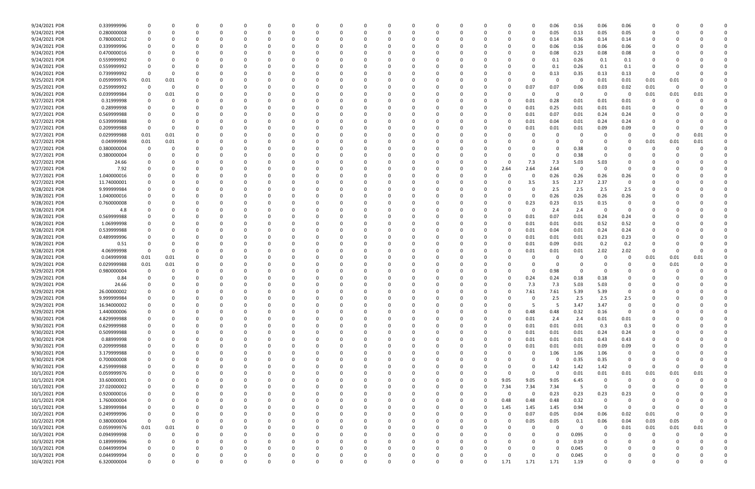| | | | | | | | | | | | | | | | | | | | | | | | | | | | |
|---|---|---|---|---|---|---|---|---|---|---|---|---|---|---|---|---|---|---|---|---|---|---|---|---|---|---|---|
| 9/24/2021 PDR | 0.339999996 | 0 | 0 | 0 | 0 | 0 | 0 | 0 | 0 | 0 | 0 | 0 | 0 | 0 | 0 | 0 | 0 | 0 | 0.06 | 0.16 | 0.06 | 0.06 | 0 | 0 | 0 | 0 | 0 |
| 9/24/2021 PDR | 0.280000008 | 0 | 0 | 0 | 0 | 0 | 0 | 0 | 0 | 0 | 0 | 0 | 0 | 0 | 0 | 0 | 0 | 0 | 0.05 | 0.13 | 0.05 | 0.05 | 0 | 0 | 0 | 0 | 0 |
| 9/24/2021 PDR | 0.780000012 | 0 | 0 | 0 | 0 | 0 | 0 | 0 | 0 | 0 | 0 | 0 | 0 | 0 | 0 | 0 | 0 | 0 | 0.14 | 0.36 | 0.14 | 0.14 | 0 | 0 | 0 | 0 | 0 |
| 9/24/2021 PDR | 0.339999996 | 0 | 0 | 0 | 0 | 0 | 0 | 0 | 0 | 0 | 0 | 0 | 0 | 0 | 0 | 0 | 0 | 0 | 0.06 | 0.16 | 0.06 | 0.06 | 0 | 0 | 0 | 0 | 0 |
| 9/24/2021 PDR | 0.470000016 | 0 | 0 | 0 | 0 | 0 | 0 | 0 | 0 | 0 | 0 | 0 | 0 | 0 | 0 | 0 | 0 | 0 | 0.08 | 0.23 | 0.08 | 0.08 | 0 | 0 | 0 | 0 | 0 |
| 9/24/2021 PDR | 0.559999992 | 0 | 0 | 0 | 0 | 0 | 0 | 0 | 0 | 0 | 0 | 0 | 0 | 0 | 0 | 0 | 0 | 0 | 0.1 | 0.26 | 0.1 | 0.1 | 0 | 0 | 0 | 0 | 0 |
| 9/24/2021 PDR | 0.559999992 | 0 | 0 | 0 | 0 | 0 | 0 | 0 | 0 | 0 | 0 | 0 | 0 | 0 | 0 | 0 | 0 | 0 | 0.1 | 0.26 | 0.1 | 0.1 | 0 | 0 | 0 | 0 | 0 |
| 9/24/2021 PDR | 0.739999992 | 0 | 0 | 0 | 0 | 0 | 0 | 0 | 0 | 0 | 0 | 0 | 0 | 0 | 0 | 0 | 0 | 0 | 0.13 | 0.35 | 0.13 | 0.13 | 0 | 0 | 0 | 0 | 0 |
| 9/25/2021 PDR | 0.059999976 | 0.01 | 0.01 | 0 | 0 | 0 | 0 | 0 | 0 | 0 | 0 | 0 | 0 | 0 | 0 | 0 | 0 | 0 | 0 | 0 | 0 | 0.01 | 0.01 | 0.01 | 0.01 | 0 | 0 |
| 9/25/2021 PDR | 0.259999992 | 0 | 0 | 0 | 0 | 0 | 0 | 0 | 0 | 0 | 0 | 0 | 0 | 0 | 0 | 0 | 0 | 0.07 | 0.07 | 0.06 | 0.03 | 0.02 | 0.01 | 0 | 0 | 0 | 0 |
| 9/26/2021 PDR | 0.039999984 | 0 | 0.01 | 0 | 0 | 0 | 0 | 0 | 0 | 0 | 0 | 0 | 0 | 0 | 0 | 0 | 0 | 0 | 0 | 0 | 0 | 0 | 0 | 0.01 | 0.01 | 0.01 | 0 |
| 9/27/2021 PDR | 0.31999998 | 0 | 0 | 0 | 0 | 0 | 0 | 0 | 0 | 0 | 0 | 0 | 0 | 0 | 0 | 0 | 0 | 0.01 | 0.28 | 0.01 | 0.01 | 0.01 | 0 | 0 | 0 | 0 | 0 |
| 9/27/2021 PDR | 0.28999998 | 0 | 0 | 0 | 0 | 0 | 0 | 0 | 0 | 0 | 0 | 0 | 0 | 0 | 0 | 0 | 0 | 0.01 | 0.25 | 0.01 | 0.01 | 0.01 | 0 | 0 | 0 | 0 | 0 |
| 9/27/2021 PDR | 0.569999988 | 0 | 0 | 0 | 0 | 0 | 0 | 0 | 0 | 0 | 0 | 0 | 0 | 0 | 0 | 0 | 0 | 0.01 | 0.07 | 0.01 | 0.24 | 0.24 | 0 | 0 | 0 | 0 | 0 |
| 9/27/2021 PDR | 0.539999988 | 0 | 0 | 0 | 0 | 0 | 0 | 0 | 0 | 0 | 0 | 0 | 0 | 0 | 0 | 0 | 0 | 0.01 | 0.04 | 0.01 | 0.24 | 0.24 | 0 | 0 | 0 | 0 | 0 |
| 9/27/2021 PDR | 0.209999988 | 0 | 0 | 0 | 0 | 0 | 0 | 0 | 0 | 0 | 0 | 0 | 0 | 0 | 0 | 0 | 0 | 0.01 | 0.01 | 0.01 | 0.09 | 0.09 | 0 | 0 | 0 | 0 | 0 |
| 9/27/2021 PDR | 0.029999988 | 0.01 | 0.01 | 0 | 0 | 0 | 0 | 0 | 0 | 0 | 0 | 0 | 0 | 0 | 0 | 0 | 0 | 0 | 0 | 0 | 0 | 0 | 0 | 0 | 0 | 0.01 | 0 |
| 9/27/2021 PDR | 0.04999998 | 0.01 | 0.01 | 0 | 0 | 0 | 0 | 0 | 0 | 0 | 0 | 0 | 0 | 0 | 0 | 0 | 0 | 0 | 0 | 0 | 0 | 0 | 0 | 0.01 | 0.01 | 0.01 | 0 |
| 9/27/2021 PDR | 0.380000004 | 0 | 0 | 0 | 0 | 0 | 0 | 0 | 0 | 0 | 0 | 0 | 0 | 0 | 0 | 0 | 0 | 0 | 0 | 0.38 | 0 | 0 | 0 | 0 | 0 | 0 | 0 |
| 9/27/2021 PDR | 0.380000004 | 0 | 0 | 0 | 0 | 0 | 0 | 0 | 0 | 0 | 0 | 0 | 0 | 0 | 0 | 0 | 0 | 0 | 0 | 0.38 | 0 | 0 | 0 | 0 | 0 | 0 | 0 |
| 9/27/2021 PDR | 24.66 | 0 | 0 | 0 | 0 | 0 | 0 | 0 | 0 | 0 | 0 | 0 | 0 | 0 | 0 | 0 | 0 | 7.3 | 7.3 | 5.03 | 5.03 | 0 | 0 | 0 | 0 | 0 | 0 |
| 9/27/2021 PDR | 7.92 | 0 | 0 | 0 | 0 | 0 | 0 | 0 | 0 | 0 | 0 | 0 | 0 | 0 | 0 | 0 | 2.64 | 2.64 | 2.64 | 0 | 0 | 0 | 0 | 0 | 0 | 0 | 0 |
| 9/27/2021 PDR | 1.040000016 | 0 | 0 | 0 | 0 | 0 | 0 | 0 | 0 | 0 | 0 | 0 | 0 | 0 | 0 | 0 | 0 | 0 | 0.26 | 0.26 | 0.26 | 0.26 | 0 | 0 | 0 | 0 | 0 |
| 9/27/2021 PDR | 11.74000001 | 0 | 0 | 0 | 0 | 0 | 0 | 0 | 0 | 0 | 0 | 0 | 0 | 0 | 0 | 0 | 0 | 3.5 | 3.5 | 2.37 | 2.37 | 0 | 0 | 0 | 0 | 0 | 0 |
| 9/28/2021 PDR | 9.999999984 | 0 | 0 | 0 | 0 | 0 | 0 | 0 | 0 | 0 | 0 | 0 | 0 | 0 | 0 | 0 | 0 | 0 | 2.5 | 2.5 | 2.5 | 2.5 | 0 | 0 | 0 | 0 | 0 |
| 9/28/2021 PDR | 1.040000016 | 0 | 0 | 0 | 0 | 0 | 0 | 0 | 0 | 0 | 0 | 0 | 0 | 0 | 0 | 0 | 0 | 0 | 0.26 | 0.26 | 0.26 | 0.26 | 0 | 0 | 0 | 0 | 0 |
| 9/28/2021 PDR | 0.760000008 | 0 | 0 | 0 | 0 | 0 | 0 | 0 | 0 | 0 | 0 | 0 | 0 | 0 | 0 | 0 | 0 | 0.23 | 0.23 | 0.15 | 0.15 | 0 | 0 | 0 | 0 | 0 | 0 |
| 9/28/2021 PDR | 4.8 | 0 | 0 | 0 | 0 | 0 | 0 | 0 | 0 | 0 | 0 | 0 | 0 | 0 | 0 | 0 | 0 | 0 | 2.4 | 2.4 | 0 | 0 | 0 | 0 | 0 | 0 | 0 |
| 9/28/2021 PDR | 0.569999988 | 0 | 0 | 0 | 0 | 0 | 0 | 0 | 0 | 0 | 0 | 0 | 0 | 0 | 0 | 0 | 0 | 0.01 | 0.07 | 0.01 | 0.24 | 0.24 | 0 | 0 | 0 | 0 | 0 |
| 9/28/2021 PDR | 1.06999998 | 0 | 0 | 0 | 0 | 0 | 0 | 0 | 0 | 0 | 0 | 0 | 0 | 0 | 0 | 0 | 0 | 0.01 | 0.01 | 0.01 | 0.52 | 0.52 | 0 | 0 | 0 | 0 | 0 |
| 9/28/2021 PDR | 0.539999988 | 0 | 0 | 0 | 0 | 0 | 0 | 0 | 0 | 0 | 0 | 0 | 0 | 0 | 0 | 0 | 0 | 0.01 | 0.04 | 0.01 | 0.24 | 0.24 | 0 | 0 | 0 | 0 | 0 |
| 9/28/2021 PDR | 0.489999996 | 0 | 0 | 0 | 0 | 0 | 0 | 0 | 0 | 0 | 0 | 0 | 0 | 0 | 0 | 0 | 0 | 0.01 | 0.01 | 0.01 | 0.23 | 0.23 | 0 | 0 | 0 | 0 | 0 |
| 9/28/2021 PDR | 0.51 | 0 | 0 | 0 | 0 | 0 | 0 | 0 | 0 | 0 | 0 | 0 | 0 | 0 | 0 | 0 | 0 | 0.01 | 0.09 | 0.01 | 0.2 | 0.2 | 0 | 0 | 0 | 0 | 0 |
| 9/28/2021 PDR | 4.06999998 | 0 | 0 | 0 | 0 | 0 | 0 | 0 | 0 | 0 | 0 | 0 | 0 | 0 | 0 | 0 | 0 | 0.01 | 0.01 | 0.01 | 2.02 | 2.02 | 0 | 0 | 0 | 0 | 0 |
| 9/28/2021 PDR | 0.04999998 | 0.01 | 0.01 | 0 | 0 | 0 | 0 | 0 | 0 | 0 | 0 | 0 | 0 | 0 | 0 | 0 | 0 | 0 | 0 | 0 | 0 | 0 | 0 | 0.01 | 0.01 | 0.01 | 0 |
| 9/29/2021 PDR | 0.029999988 | 0.01 | 0.01 | 0 | 0 | 0 | 0 | 0 | 0 | 0 | 0 | 0 | 0 | 0 | 0 | 0 | 0 | 0 | 0 | 0 | 0 | 0 | 0 | 0 | 0.01 | 0 | 0 |
| 9/29/2021 PDR | 0.980000004 | 0 | 0 | 0 | 0 | 0 | 0 | 0 | 0 | 0 | 0 | 0 | 0 | 0 | 0 | 0 | 0 | 0 | 0.98 | 0 | 0 | 0 | 0 | 0 | 0 | 0 | 0 |
| 9/29/2021 PDR | 0.84 | 0 | 0 | 0 | 0 | 0 | 0 | 0 | 0 | 0 | 0 | 0 | 0 | 0 | 0 | 0 | 0 | 0.24 | 0.24 | 0.18 | 0.18 | 0 | 0 | 0 | 0 | 0 | 0 |
| 9/29/2021 PDR | 24.66 | 0 | 0 | 0 | 0 | 0 | 0 | 0 | 0 | 0 | 0 | 0 | 0 | 0 | 0 | 0 | 0 | 7.3 | 7.3 | 5.03 | 5.03 | 0 | 0 | 0 | 0 | 0 | 0 |
| 9/29/2021 PDR | 26.00000002 | 0 | 0 | 0 | 0 | 0 | 0 | 0 | 0 | 0 | 0 | 0 | 0 | 0 | 0 | 0 | 0 | 7.61 | 7.61 | 5.39 | 5.39 | 0 | 0 | 0 | 0 | 0 | 0 |
| 9/29/2021 PDR | 9.999999984 | 0 | 0 | 0 | 0 | 0 | 0 | 0 | 0 | 0 | 0 | 0 | 0 | 0 | 0 | 0 | 0 | 0 | 2.5 | 2.5 | 2.5 | 2.5 | 0 | 0 | 0 | 0 | 0 |
| 9/29/2021 PDR | 16.94000002 | 0 | 0 | 0 | 0 | 0 | 0 | 0 | 0 | 0 | 0 | 0 | 0 | 0 | 0 | 0 | 0 | 5 | 5 | 3.47 | 3.47 | 0 | 0 | 0 | 0 | 0 | 0 |
| 9/29/2021 PDR | 1.440000006 | 0 | 0 | 0 | 0 | 0 | 0 | 0 | 0 | 0 | 0 | 0 | 0 | 0 | 0 | 0 | 0 | 0.48 | 0.48 | 0.32 | 0.16 | 0 | 0 | 0 | 0 | 0 | 0 |
| 9/30/2021 PDR | 4.829999988 | 0 | 0 | 0 | 0 | 0 | 0 | 0 | 0 | 0 | 0 | 0 | 0 | 0 | 0 | 0 | 0 | 0.01 | 2.4 | 2.4 | 0.01 | 0.01 | 0 | 0 | 0 | 0 | 0 |
| 9/30/2021 PDR | 0.629999988 | 0 | 0 | 0 | 0 | 0 | 0 | 0 | 0 | 0 | 0 | 0 | 0 | 0 | 0 | 0 | 0 | 0.01 | 0.01 | 0.01 | 0.3 | 0.3 | 0 | 0 | 0 | 0 | 0 |
| 9/30/2021 PDR | 0.509999988 | 0 | 0 | 0 | 0 | 0 | 0 | 0 | 0 | 0 | 0 | 0 | 0 | 0 | 0 | 0 | 0 | 0.01 | 0.01 | 0.01 | 0.24 | 0.24 | 0 | 0 | 0 | 0 | 0 |
| 9/30/2021 PDR | 0.88999998 | 0 | 0 | 0 | 0 | 0 | 0 | 0 | 0 | 0 | 0 | 0 | 0 | 0 | 0 | 0 | 0 | 0.01 | 0.01 | 0.01 | 0.43 | 0.43 | 0 | 0 | 0 | 0 | 0 |
| 9/30/2021 PDR | 0.209999988 | 0 | 0 | 0 | 0 | 0 | 0 | 0 | 0 | 0 | 0 | 0 | 0 | 0 | 0 | 0 | 0 | 0.01 | 0.01 | 0.01 | 0.09 | 0.09 | 0 | 0 | 0 | 0 | 0 |
| 9/30/2021 PDR | 3.179999988 | 0 | 0 | 0 | 0 | 0 | 0 | 0 | 0 | 0 | 0 | 0 | 0 | 0 | 0 | 0 | 0 | 0 | 1.06 | 1.06 | 1.06 | 0 | 0 | 0 | 0 | 0 | 0 |
| 9/30/2021 PDR | 0.700000008 | 0 | 0 | 0 | 0 | 0 | 0 | 0 | 0 | 0 | 0 | 0 | 0 | 0 | 0 | 0 | 0 | 0 | 0 | 0.35 | 0.35 | 0 | 0 | 0 | 0 | 0 | 0 |
| 9/30/2021 PDR | 4.259999988 | 0 | 0 | 0 | 0 | 0 | 0 | 0 | 0 | 0 | 0 | 0 | 0 | 0 | 0 | 0 | 0 | 0 | 1.42 | 1.42 | 1.42 | 0 | 0 | 0 | 0 | 0 | 0 |
| 10/1/2021 PDR | 0.059999976 | 0 | 0 | 0 | 0 | 0 | 0 | 0 | 0 | 0 | 0 | 0 | 0 | 0 | 0 | 0 | 0 | 0 | 0 | 0.01 | 0.01 | 0.01 | 0.01 | 0.01 | 0.01 | 0 | 0 |
| 10/1/2021 PDR | 33.60000001 | 0 | 0 | 0 | 0 | 0 | 0 | 0 | 0 | 0 | 0 | 0 | 0 | 0 | 0 | 0 | 9.05 | 9.05 | 9.05 | 6.45 | 0 | 0 | 0 | 0 | 0 | 0 | 0 |
| 10/1/2021 PDR | 27.02000002 | 0 | 0 | 0 | 0 | 0 | 0 | 0 | 0 | 0 | 0 | 0 | 0 | 0 | 0 | 0 | 7.34 | 7.34 | 7.34 | 5 | 0 | 0 | 0 | 0 | 0 | 0 | 0 |
| 10/1/2021 PDR | 0.920000016 | 0 | 0 | 0 | 0 | 0 | 0 | 0 | 0 | 0 | 0 | 0 | 0 | 0 | 0 | 0 | 0 | 0 | 0.23 | 0.23 | 0.23 | 0.23 | 0 | 0 | 0 | 0 | 0 |
| 10/1/2021 PDR | 1.760000004 | 0 | 0 | 0 | 0 | 0 | 0 | 0 | 0 | 0 | 0 | 0 | 0 | 0 | 0 | 0 | 0.48 | 0.48 | 0.48 | 0.32 | 0 | 0 | 0 | 0 | 0 | 0 | 0 |
| 10/1/2021 PDR | 5.289999984 | 0 | 0 | 0 | 0 | 0 | 0 | 0 | 0 | 0 | 0 | 0 | 0 | 0 | 0 | 0 | 1.45 | 1.45 | 1.45 | 0.94 | 0 | 0 | 0 | 0 | 0 | 0 | 0 |
| 10/2/2021 PDR | 0.249999996 | 0 | 0 | 0 | 0 | 0 | 0 | 0 | 0 | 0 | 0 | 0 | 0 | 0 | 0 | 0 | 0 | 0.07 | 0.05 | 0.04 | 0.06 | 0.02 | 0.01 | 0 | 0 | 0 | 0 |
| 10/2/2021 PDR | 0.380000004 | 0 | 0 | 0 | 0 | 0 | 0 | 0 | 0 | 0 | 0 | 0 | 0 | 0 | 0 | 0 | 0 | 0.05 | 0.05 | 0.1 | 0.06 | 0.04 | 0.03 | 0.05 | 0 | 0 | 0 |
| 10/3/2021 PDR | 0.059999976 | 0.01 | 0.01 | 0 | 0 | 0 | 0 | 0 | 0 | 0 | 0 | 0 | 0 | 0 | 0 | 0 | 0 | 0 | 0 | 0 | 0 | 0.01 | 0.01 | 0.01 | 0.01 | 0 | 0 |
| 10/3/2021 PDR | 0.094999998 | 0 | 0 | 0 | 0 | 0 | 0 | 0 | 0 | 0 | 0 | 0 | 0 | 0 | 0 | 0 | 0 | 0 | 0 | 0.095 | 0 | 0 | 0 | 0 | 0 | 0 | 0 |
| 10/3/2021 PDR | 0.189999996 | 0 | 0 | 0 | 0 | 0 | 0 | 0 | 0 | 0 | 0 | 0 | 0 | 0 | 0 | 0 | 0 | 0 | 0 | 0.19 | 0 | 0 | 0 | 0 | 0 | 0 | 0 |
| 10/3/2021 PDR | 0.044999994 | 0 | 0 | 0 | 0 | 0 | 0 | 0 | 0 | 0 | 0 | 0 | 0 | 0 | 0 | 0 | 0 | 0 | 0 | 0.045 | 0 | 0 | 0 | 0 | 0 | 0 | 0 |
| 10/3/2021 PDR | 0.044999994 | 0 | 0 | 0 | 0 | 0 | 0 | 0 | 0 | 0 | 0 | 0 | 0 | 0 | 0 | 0 | 0 | 0 | 0 | 0.045 | 0 | 0 | 0 | 0 | 0 | 0 | 0 |
| 10/4/2021 PDR | 6.320000004 | 0 | 0 | 0 | 0 | 0 | 0 | 0 | 0 | 0 | 0 | 0 | 0 | 0 | 0 | 0 | 1.71 | 1.71 | 1.71 | 1.19 | 0 | 0 | 0 | 0 | 0 | 0 | 0 |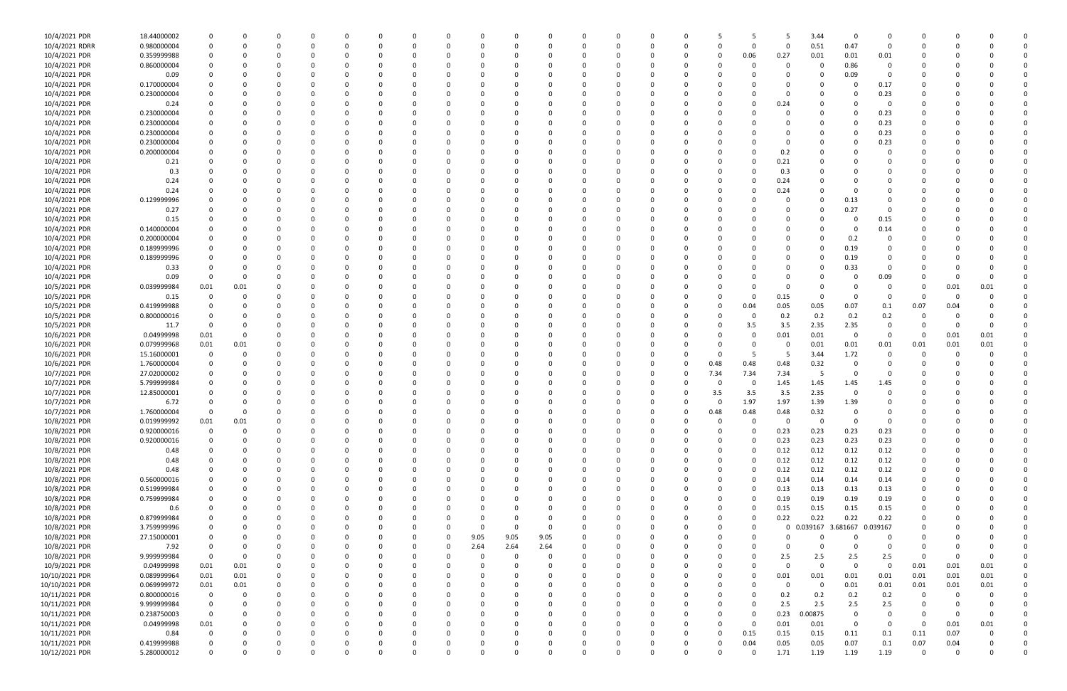| | | | | | | | | | | | | | | | | | | | | | | | | | | | |
|---|---|---|---|---|---|---|---|---|---|---|---|---|---|---|---|---|---|---|---|---|---|---|---|---|---|---|---|
| 10/4/2021 PDR | 18.44000002 | 0 | 0 | 0 | 0 | 0 | 0 | 0 | 0 | 0 | 0 | 0 | 0 | 0 | 0 | 0 | 5 | 5 | 5 | 3.44 | 0 | 0 | 0 | 0 | 0 | 0 | 0 |
| 10/4/2021 RDRR | 0.980000004 | 0 | 0 | 0 | 0 | 0 | 0 | 0 | 0 | 0 | 0 | 0 | 0 | 0 | 0 | 0 | 0 | 0 | 0 | 0.51 | 0.47 | 0 | 0 | 0 | 0 | 0 | 0 |
| 10/4/2021 PDR | 0.359999988 | 0 | 0 | 0 | 0 | 0 | 0 | 0 | 0 | 0 | 0 | 0 | 0 | 0 | 0 | 0 | 0 | 0.06 | 0.27 | 0.01 | 0.01 | 0.01 | 0 | 0 | 0 | 0 | 0 |
| 10/4/2021 PDR | 0.860000004 | 0 | 0 | 0 | 0 | 0 | 0 | 0 | 0 | 0 | 0 | 0 | 0 | 0 | 0 | 0 | 0 | 0 | 0 | 0 | 0.86 | 0 | 0 | 0 | 0 | 0 | 0 |
| 10/4/2021 PDR | 0.09 | 0 | 0 | 0 | 0 | 0 | 0 | 0 | 0 | 0 | 0 | 0 | 0 | 0 | 0 | 0 | 0 | 0 | 0 | 0 | 0.09 | 0 | 0 | 0 | 0 | 0 | 0 |
| 10/4/2021 PDR | 0.170000004 | 0 | 0 | 0 | 0 | 0 | 0 | 0 | 0 | 0 | 0 | 0 | 0 | 0 | 0 | 0 | 0 | 0 | 0 | 0 | 0 | 0.17 | 0 | 0 | 0 | 0 | 0 |
| 10/4/2021 PDR | 0.230000004 | 0 | 0 | 0 | 0 | 0 | 0 | 0 | 0 | 0 | 0 | 0 | 0 | 0 | 0 | 0 | 0 | 0 | 0 | 0 | 0 | 0.23 | 0 | 0 | 0 | 0 | 0 |
| 10/4/2021 PDR | 0.24 | 0 | 0 | 0 | 0 | 0 | 0 | 0 | 0 | 0 | 0 | 0 | 0 | 0 | 0 | 0 | 0 | 0 | 0.24 | 0 | 0 | 0 | 0 | 0 | 0 | 0 | 0 |
| 10/4/2021 PDR | 0.230000004 | 0 | 0 | 0 | 0 | 0 | 0 | 0 | 0 | 0 | 0 | 0 | 0 | 0 | 0 | 0 | 0 | 0 | 0 | 0 | 0 | 0.23 | 0 | 0 | 0 | 0 | 0 |
| 10/4/2021 PDR | 0.230000004 | 0 | 0 | 0 | 0 | 0 | 0 | 0 | 0 | 0 | 0 | 0 | 0 | 0 | 0 | 0 | 0 | 0 | 0 | 0 | 0 | 0.23 | 0 | 0 | 0 | 0 | 0 |
| 10/4/2021 PDR | 0.230000004 | 0 | 0 | 0 | 0 | 0 | 0 | 0 | 0 | 0 | 0 | 0 | 0 | 0 | 0 | 0 | 0 | 0 | 0 | 0 | 0 | 0.23 | 0 | 0 | 0 | 0 | 0 |
| 10/4/2021 PDR | 0.230000004 | 0 | 0 | 0 | 0 | 0 | 0 | 0 | 0 | 0 | 0 | 0 | 0 | 0 | 0 | 0 | 0 | 0 | 0 | 0 | 0 | 0.23 | 0 | 0 | 0 | 0 | 0 |
| 10/4/2021 PDR | 0.200000004 | 0 | 0 | 0 | 0 | 0 | 0 | 0 | 0 | 0 | 0 | 0 | 0 | 0 | 0 | 0 | 0 | 0 | 0.2 | 0 | 0 | 0 | 0 | 0 | 0 | 0 | 0 |
| 10/4/2021 PDR | 0.21 | 0 | 0 | 0 | 0 | 0 | 0 | 0 | 0 | 0 | 0 | 0 | 0 | 0 | 0 | 0 | 0 | 0 | 0.21 | 0 | 0 | 0 | 0 | 0 | 0 | 0 | 0 |
| 10/4/2021 PDR | 0.3 | 0 | 0 | 0 | 0 | 0 | 0 | 0 | 0 | 0 | 0 | 0 | 0 | 0 | 0 | 0 | 0 | 0 | 0.3 | 0 | 0 | 0 | 0 | 0 | 0 | 0 | 0 |
| 10/4/2021 PDR | 0.24 | 0 | 0 | 0 | 0 | 0 | 0 | 0 | 0 | 0 | 0 | 0 | 0 | 0 | 0 | 0 | 0 | 0 | 0.24 | 0 | 0 | 0 | 0 | 0 | 0 | 0 | 0 |
| 10/4/2021 PDR | 0.24 | 0 | 0 | 0 | 0 | 0 | 0 | 0 | 0 | 0 | 0 | 0 | 0 | 0 | 0 | 0 | 0 | 0 | 0.24 | 0 | 0 | 0 | 0 | 0 | 0 | 0 | 0 |
| 10/4/2021 PDR | 0.129999996 | 0 | 0 | 0 | 0 | 0 | 0 | 0 | 0 | 0 | 0 | 0 | 0 | 0 | 0 | 0 | 0 | 0 | 0 | 0 | 0.13 | 0 | 0 | 0 | 0 | 0 | 0 |
| 10/4/2021 PDR | 0.27 | 0 | 0 | 0 | 0 | 0 | 0 | 0 | 0 | 0 | 0 | 0 | 0 | 0 | 0 | 0 | 0 | 0 | 0 | 0 | 0.27 | 0 | 0 | 0 | 0 | 0 | 0 |
| 10/4/2021 PDR | 0.15 | 0 | 0 | 0 | 0 | 0 | 0 | 0 | 0 | 0 | 0 | 0 | 0 | 0 | 0 | 0 | 0 | 0 | 0 | 0 | 0 | 0.15 | 0 | 0 | 0 | 0 | 0 |
| 10/4/2021 PDR | 0.140000004 | 0 | 0 | 0 | 0 | 0 | 0 | 0 | 0 | 0 | 0 | 0 | 0 | 0 | 0 | 0 | 0 | 0 | 0 | 0 | 0 | 0.14 | 0 | 0 | 0 | 0 | 0 |
| 10/4/2021 PDR | 0.200000004 | 0 | 0 | 0 | 0 | 0 | 0 | 0 | 0 | 0 | 0 | 0 | 0 | 0 | 0 | 0 | 0 | 0 | 0 | 0 | 0.2 | 0 | 0 | 0 | 0 | 0 | 0 |
| 10/4/2021 PDR | 0.189999996 | 0 | 0 | 0 | 0 | 0 | 0 | 0 | 0 | 0 | 0 | 0 | 0 | 0 | 0 | 0 | 0 | 0 | 0 | 0 | 0.19 | 0 | 0 | 0 | 0 | 0 | 0 |
| 10/4/2021 PDR | 0.189999996 | 0 | 0 | 0 | 0 | 0 | 0 | 0 | 0 | 0 | 0 | 0 | 0 | 0 | 0 | 0 | 0 | 0 | 0 | 0 | 0.19 | 0 | 0 | 0 | 0 | 0 | 0 |
| 10/4/2021 PDR | 0.33 | 0 | 0 | 0 | 0 | 0 | 0 | 0 | 0 | 0 | 0 | 0 | 0 | 0 | 0 | 0 | 0 | 0 | 0 | 0 | 0.33 | 0 | 0 | 0 | 0 | 0 | 0 |
| 10/4/2021 PDR | 0.09 | 0 | 0 | 0 | 0 | 0 | 0 | 0 | 0 | 0 | 0 | 0 | 0 | 0 | 0 | 0 | 0 | 0 | 0 | 0 | 0 | 0.09 | 0 | 0 | 0 | 0 | 0 |
| 10/5/2021 PDR | 0.039999984 | 0.01 | 0.01 | 0 | 0 | 0 | 0 | 0 | 0 | 0 | 0 | 0 | 0 | 0 | 0 | 0 | 0 | 0 | 0 | 0 | 0 | 0 | 0 | 0 | 0.01 | 0.01 | 0 |
| 10/5/2021 PDR | 0.15 | 0 | 0 | 0 | 0 | 0 | 0 | 0 | 0 | 0 | 0 | 0 | 0 | 0 | 0 | 0 | 0 | 0 | 0.15 | 0 | 0 | 0 | 0 | 0 | 0 | 0 | 0 |
| 10/5/2021 PDR | 0.419999988 | 0 | 0 | 0 | 0 | 0 | 0 | 0 | 0 | 0 | 0 | 0 | 0 | 0 | 0 | 0 | 0 | 0.04 | 0.05 | 0.05 | 0.07 | 0.1 | 0.07 | 0.04 | 0 | 0 | 0 |
| 10/5/2021 PDR | 0.800000016 | 0 | 0 | 0 | 0 | 0 | 0 | 0 | 0 | 0 | 0 | 0 | 0 | 0 | 0 | 0 | 0 | 0 | 0.2 | 0.2 | 0.2 | 0.2 | 0 | 0 | 0 | 0 | 0 |
| 10/5/2021 PDR | 11.7 | 0 | 0 | 0 | 0 | 0 | 0 | 0 | 0 | 0 | 0 | 0 | 0 | 0 | 0 | 0 | 0 | 3.5 | 3.5 | 2.35 | 2.35 | 0 | 0 | 0 | 0 | 0 | 0 |
| 10/6/2021 PDR | 0.04999998 | 0.01 | 0 | 0 | 0 | 0 | 0 | 0 | 0 | 0 | 0 | 0 | 0 | 0 | 0 | 0 | 0 | 0 | 0.01 | 0.01 | 0 | 0 | 0 | 0 | 0.01 | 0.01 | 0 |
| 10/6/2021 PDR | 0.079999968 | 0.01 | 0.01 | 0 | 0 | 0 | 0 | 0 | 0 | 0 | 0 | 0 | 0 | 0 | 0 | 0 | 0 | 0 | 0 | 0.01 | 0.01 | 0.01 | 0.01 | 0.01 | 0.01 | 0 | 0 |
| 10/6/2021 PDR | 15.16000001 | 0 | 0 | 0 | 0 | 0 | 0 | 0 | 0 | 0 | 0 | 0 | 0 | 0 | 0 | 0 | 0 | 5 | 5 | 3.44 | 1.72 | 0 | 0 | 0 | 0 | 0 | 0 |
| 10/6/2021 PDR | 1.760000004 | 0 | 0 | 0 | 0 | 0 | 0 | 0 | 0 | 0 | 0 | 0 | 0 | 0 | 0 | 0 | 0.48 | 0.48 | 0.48 | 0.32 | 0 | 0 | 0 | 0 | 0 | 0 | 0 |
| 10/7/2021 PDR | 27.02000002 | 0 | 0 | 0 | 0 | 0 | 0 | 0 | 0 | 0 | 0 | 0 | 0 | 0 | 0 | 0 | 7.34 | 7.34 | 7.34 | 5 | 0 | 0 | 0 | 0 | 0 | 0 | 0 |
| 10/7/2021 PDR | 5.799999984 | 0 | 0 | 0 | 0 | 0 | 0 | 0 | 0 | 0 | 0 | 0 | 0 | 0 | 0 | 0 | 0 | 0 | 1.45 | 1.45 | 1.45 | 1.45 | 0 | 0 | 0 | 0 | 0 |
| 10/7/2021 PDR | 12.85000001 | 0 | 0 | 0 | 0 | 0 | 0 | 0 | 0 | 0 | 0 | 0 | 0 | 0 | 0 | 0 | 3.5 | 3.5 | 3.5 | 2.35 | 0 | 0 | 0 | 0 | 0 | 0 | 0 |
| 10/7/2021 PDR | 6.72 | 0 | 0 | 0 | 0 | 0 | 0 | 0 | 0 | 0 | 0 | 0 | 0 | 0 | 0 | 0 | 0 | 1.97 | 1.97 | 1.39 | 1.39 | 0 | 0 | 0 | 0 | 0 | 0 |
| 10/7/2021 PDR | 1.760000004 | 0 | 0 | 0 | 0 | 0 | 0 | 0 | 0 | 0 | 0 | 0 | 0 | 0 | 0 | 0 | 0.48 | 0.48 | 0.48 | 0.32 | 0 | 0 | 0 | 0 | 0 | 0 | 0 |
| 10/8/2021 PDR | 0.019999992 | 0.01 | 0.01 | 0 | 0 | 0 | 0 | 0 | 0 | 0 | 0 | 0 | 0 | 0 | 0 | 0 | 0 | 0 | 0 | 0 | 0 | 0 | 0 | 0 | 0 | 0 | 0 |
| 10/8/2021 PDR | 0.920000016 | 0 | 0 | 0 | 0 | 0 | 0 | 0 | 0 | 0 | 0 | 0 | 0 | 0 | 0 | 0 | 0 | 0 | 0.23 | 0.23 | 0.23 | 0.23 | 0 | 0 | 0 | 0 | 0 |
| 10/8/2021 PDR | 0.920000016 | 0 | 0 | 0 | 0 | 0 | 0 | 0 | 0 | 0 | 0 | 0 | 0 | 0 | 0 | 0 | 0 | 0 | 0.23 | 0.23 | 0.23 | 0.23 | 0 | 0 | 0 | 0 | 0 |
| 10/8/2021 PDR | 0.48 | 0 | 0 | 0 | 0 | 0 | 0 | 0 | 0 | 0 | 0 | 0 | 0 | 0 | 0 | 0 | 0 | 0 | 0.12 | 0.12 | 0.12 | 0.12 | 0 | 0 | 0 | 0 | 0 |
| 10/8/2021 PDR | 0.48 | 0 | 0 | 0 | 0 | 0 | 0 | 0 | 0 | 0 | 0 | 0 | 0 | 0 | 0 | 0 | 0 | 0 | 0.12 | 0.12 | 0.12 | 0.12 | 0 | 0 | 0 | 0 | 0 |
| 10/8/2021 PDR | 0.48 | 0 | 0 | 0 | 0 | 0 | 0 | 0 | 0 | 0 | 0 | 0 | 0 | 0 | 0 | 0 | 0 | 0 | 0.12 | 0.12 | 0.12 | 0.12 | 0 | 0 | 0 | 0 | 0 |
| 10/8/2021 PDR | 0.560000016 | 0 | 0 | 0 | 0 | 0 | 0 | 0 | 0 | 0 | 0 | 0 | 0 | 0 | 0 | 0 | 0 | 0 | 0.14 | 0.14 | 0.14 | 0.14 | 0 | 0 | 0 | 0 | 0 |
| 10/8/2021 PDR | 0.519999984 | 0 | 0 | 0 | 0 | 0 | 0 | 0 | 0 | 0 | 0 | 0 | 0 | 0 | 0 | 0 | 0 | 0 | 0.13 | 0.13 | 0.13 | 0.13 | 0 | 0 | 0 | 0 | 0 |
| 10/8/2021 PDR | 0.759999984 | 0 | 0 | 0 | 0 | 0 | 0 | 0 | 0 | 0 | 0 | 0 | 0 | 0 | 0 | 0 | 0 | 0 | 0.19 | 0.19 | 0.19 | 0.19 | 0 | 0 | 0 | 0 | 0 |
| 10/8/2021 PDR | 0.6 | 0 | 0 | 0 | 0 | 0 | 0 | 0 | 0 | 0 | 0 | 0 | 0 | 0 | 0 | 0 | 0 | 0 | 0.15 | 0.15 | 0.15 | 0.15 | 0 | 0 | 0 | 0 | 0 |
| 10/8/2021 PDR | 0.879999984 | 0 | 0 | 0 | 0 | 0 | 0 | 0 | 0 | 0 | 0 | 0 | 0 | 0 | 0 | 0 | 0 | 0 | 0.22 | 0.22 | 0.22 | 0.22 | 0 | 0 | 0 | 0 | 0 |
| 10/8/2021 PDR | 3.759999996 | 0 | 0 | 0 | 0 | 0 | 0 | 0 | 0 | 0 | 0 | 0 | 0 | 0 | 0 | 0 | 0 | 0 | 0 | 0.039167 | 3.681667 | 0.039167 | 0 | 0 | 0 | 0 | 0 |
| 10/8/2021 PDR | 27.15000001 | 0 | 0 | 0 | 0 | 0 | 0 | 0 | 0 | 0 | 9.05 | 9.05 | 9.05 | 0 | 0 | 0 | 0 | 0 | 0 | 0 | 0 | 0 | 0 | 0 | 0 | 0 | 0 |
| 10/8/2021 PDR | 7.92 | 0 | 0 | 0 | 0 | 0 | 0 | 0 | 0 | 0 | 2.64 | 2.64 | 2.64 | 0 | 0 | 0 | 0 | 0 | 0 | 0 | 0 | 0 | 0 | 0 | 0 | 0 | 0 |
| 10/8/2021 PDR | 9.999999984 | 0 | 0 | 0 | 0 | 0 | 0 | 0 | 0 | 0 | 0 | 0 | 0 | 0 | 0 | 0 | 0 | 0 | 2.5 | 2.5 | 2.5 | 2.5 | 0 | 0 | 0 | 0 | 0 |
| 10/9/2021 PDR | 0.04999998 | 0.01 | 0.01 | 0 | 0 | 0 | 0 | 0 | 0 | 0 | 0 | 0 | 0 | 0 | 0 | 0 | 0 | 0 | 0 | 0 | 0 | 0 | 0 | 0.01 | 0.01 | 0.01 | 0 |
| 10/10/2021 PDR | 0.089999964 | 0.01 | 0.01 | 0 | 0 | 0 | 0 | 0 | 0 | 0 | 0 | 0 | 0 | 0 | 0 | 0 | 0 | 0 | 0.01 | 0.01 | 0.01 | 0.01 | 0.01 | 0.01 | 0.01 | 0 | 0 |
| 10/10/2021 PDR | 0.069999972 | 0.01 | 0.01 | 0 | 0 | 0 | 0 | 0 | 0 | 0 | 0 | 0 | 0 | 0 | 0 | 0 | 0 | 0 | 0 | 0 | 0.01 | 0.01 | 0.01 | 0.01 | 0.01 | 0 | 0 |
| 10/11/2021 PDR | 0.800000016 | 0 | 0 | 0 | 0 | 0 | 0 | 0 | 0 | 0 | 0 | 0 | 0 | 0 | 0 | 0 | 0 | 0 | 0.2 | 0.2 | 0.2 | 0.2 | 0 | 0 | 0 | 0 | 0 |
| 10/11/2021 PDR | 9.999999984 | 0 | 0 | 0 | 0 | 0 | 0 | 0 | 0 | 0 | 0 | 0 | 0 | 0 | 0 | 0 | 0 | 0 | 2.5 | 2.5 | 2.5 | 2.5 | 0 | 0 | 0 | 0 | 0 |
| 10/11/2021 PDR | 0.238750003 | 0 | 0 | 0 | 0 | 0 | 0 | 0 | 0 | 0 | 0 | 0 | 0 | 0 | 0 | 0 | 0 | 0 | 0.23 | 0.00875 | 0 | 0 | 0 | 0 | 0 | 0 | 0 |
| 10/11/2021 PDR | 0.04999998 | 0.01 | 0 | 0 | 0 | 0 | 0 | 0 | 0 | 0 | 0 | 0 | 0 | 0 | 0 | 0 | 0 | 0 | 0.01 | 0.01 | 0 | 0 | 0 | 0 | 0.01 | 0.01 | 0 |
| 10/11/2021 PDR | 0.84 | 0 | 0 | 0 | 0 | 0 | 0 | 0 | 0 | 0 | 0 | 0 | 0 | 0 | 0 | 0 | 0 | 0.15 | 0.15 | 0.15 | 0.11 | 0.1 | 0.11 | 0.07 | 0 | 0 | 0 |
| 10/11/2021 PDR | 0.419999988 | 0 | 0 | 0 | 0 | 0 | 0 | 0 | 0 | 0 | 0 | 0 | 0 | 0 | 0 | 0 | 0 | 0.04 | 0.05 | 0.05 | 0.07 | 0.1 | 0.07 | 0.04 | 0 | 0 | 0 |
| 10/12/2021 PDR | 5.280000012 | 0 | 0 | 0 | 0 | 0 | 0 | 0 | 0 | 0 | 0 | 0 | 0 | 0 | 0 | 0 | 0 | 0 | 1.71 | 1.19 | 1.19 | 1.19 | 0 | 0 | 0 | 0 | 0 |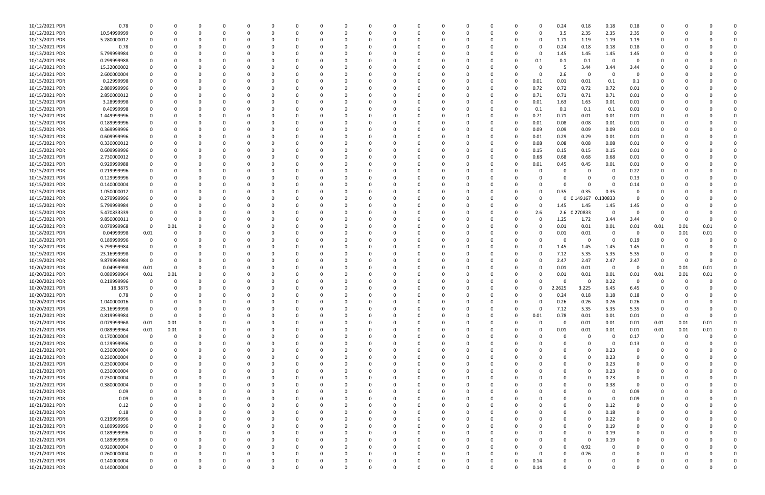| | | | | | | | | | | | | | | | | | | | | | | | | | | |
|---|---|---|---|---|---|---|---|---|---|---|---|---|---|---|---|---|---|---|---|---|---|---|---|---|---|---|
| 10/12/2021 PDR | 0.78 | 0 | 0 | 0 | 0 | 0 | 0 | 0 | 0 | 0 | 0 | 0 | 0 | 0 | 0 | 0 | 0 | 0 | 0.24 | 0.18 | 0.18 | 0.18 | 0 | 0 | 0 | 0 |
| 10/12/2021 PDR | 10.54999999 | 0 | 0 | 0 | 0 | 0 | 0 | 0 | 0 | 0 | 0 | 0 | 0 | 0 | 0 | 0 | 0 | 0 | 3.5 | 2.35 | 2.35 | 2.35 | 0 | 0 | 0 | 0 |
| 10/13/2021 PDR | 5.280000012 | 0 | 0 | 0 | 0 | 0 | 0 | 0 | 0 | 0 | 0 | 0 | 0 | 0 | 0 | 0 | 0 | 0 | 1.71 | 1.19 | 1.19 | 1.19 | 0 | 0 | 0 | 0 |
| 10/13/2021 PDR | 0.78 | 0 | 0 | 0 | 0 | 0 | 0 | 0 | 0 | 0 | 0 | 0 | 0 | 0 | 0 | 0 | 0 | 0 | 0.24 | 0.18 | 0.18 | 0.18 | 0 | 0 | 0 | 0 |
| 10/13/2021 PDR | 5.799999984 | 0 | 0 | 0 | 0 | 0 | 0 | 0 | 0 | 0 | 0 | 0 | 0 | 0 | 0 | 0 | 0 | 0 | 1.45 | 1.45 | 1.45 | 1.45 | 0 | 0 | 0 | 0 |
| 10/14/2021 PDR | 0.299999988 | 0 | 0 | 0 | 0 | 0 | 0 | 0 | 0 | 0 | 0 | 0 | 0 | 0 | 0 | 0 | 0 | 0.1 | 0.1 | 0.1 | 0 | 0 | 0 | 0 | 0 | 0 |
| 10/14/2021 PDR | 15.32000002 | 0 | 0 | 0 | 0 | 0 | 0 | 0 | 0 | 0 | 0 | 0 | 0 | 0 | 0 | 0 | 0 | 0 | 5 | 3.44 | 3.44 | 3.44 | 0 | 0 | 0 | 0 |
| 10/14/2021 PDR | 2.600000004 | 0 | 0 | 0 | 0 | 0 | 0 | 0 | 0 | 0 | 0 | 0 | 0 | 0 | 0 | 0 | 0 | 0 | 2.6 | 0 | 0 | 0 | 0 | 0 | 0 | 0 |
| 10/15/2021 PDR | 0.22999998 | 0 | 0 | 0 | 0 | 0 | 0 | 0 | 0 | 0 | 0 | 0 | 0 | 0 | 0 | 0 | 0 | 0.01 | 0.01 | 0.01 | 0.1 | 0.1 | 0 | 0 | 0 | 0 |
| 10/15/2021 PDR | 2.889999996 | 0 | 0 | 0 | 0 | 0 | 0 | 0 | 0 | 0 | 0 | 0 | 0 | 0 | 0 | 0 | 0 | 0.72 | 0.72 | 0.72 | 0.72 | 0.01 | 0 | 0 | 0 | 0 |
| 10/15/2021 PDR | 2.850000012 | 0 | 0 | 0 | 0 | 0 | 0 | 0 | 0 | 0 | 0 | 0 | 0 | 0 | 0 | 0 | 0 | 0.71 | 0.71 | 0.71 | 0.71 | 0.01 | 0 | 0 | 0 | 0 |
| 10/15/2021 PDR | 3.28999998 | 0 | 0 | 0 | 0 | 0 | 0 | 0 | 0 | 0 | 0 | 0 | 0 | 0 | 0 | 0 | 0 | 0.01 | 1.63 | 1.63 | 0.01 | 0.01 | 0 | 0 | 0 | 0 |
| 10/15/2021 PDR | 0.40999998 | 0 | 0 | 0 | 0 | 0 | 0 | 0 | 0 | 0 | 0 | 0 | 0 | 0 | 0 | 0 | 0 | 0.1 | 0.1 | 0.1 | 0.1 | 0.01 | 0 | 0 | 0 | 0 |
| 10/15/2021 PDR | 1.449999996 | 0 | 0 | 0 | 0 | 0 | 0 | 0 | 0 | 0 | 0 | 0 | 0 | 0 | 0 | 0 | 0 | 0.71 | 0.71 | 0.01 | 0.01 | 0.01 | 0 | 0 | 0 | 0 |
| 10/15/2021 PDR | 0.189999996 | 0 | 0 | 0 | 0 | 0 | 0 | 0 | 0 | 0 | 0 | 0 | 0 | 0 | 0 | 0 | 0 | 0.01 | 0.08 | 0.08 | 0.01 | 0.01 | 0 | 0 | 0 | 0 |
| 10/15/2021 PDR | 0.369999996 | 0 | 0 | 0 | 0 | 0 | 0 | 0 | 0 | 0 | 0 | 0 | 0 | 0 | 0 | 0 | 0 | 0.09 | 0.09 | 0.09 | 0.09 | 0.01 | 0 | 0 | 0 | 0 |
| 10/15/2021 PDR | 0.609999996 | 0 | 0 | 0 | 0 | 0 | 0 | 0 | 0 | 0 | 0 | 0 | 0 | 0 | 0 | 0 | 0 | 0.01 | 0.29 | 0.29 | 0.01 | 0.01 | 0 | 0 | 0 | 0 |
| 10/15/2021 PDR | 0.330000012 | 0 | 0 | 0 | 0 | 0 | 0 | 0 | 0 | 0 | 0 | 0 | 0 | 0 | 0 | 0 | 0 | 0.08 | 0.08 | 0.08 | 0.08 | 0.01 | 0 | 0 | 0 | 0 |
| 10/15/2021 PDR | 0.609999996 | 0 | 0 | 0 | 0 | 0 | 0 | 0 | 0 | 0 | 0 | 0 | 0 | 0 | 0 | 0 | 0 | 0.15 | 0.15 | 0.15 | 0.15 | 0.01 | 0 | 0 | 0 | 0 |
| 10/15/2021 PDR | 2.730000012 | 0 | 0 | 0 | 0 | 0 | 0 | 0 | 0 | 0 | 0 | 0 | 0 | 0 | 0 | 0 | 0 | 0.68 | 0.68 | 0.68 | 0.68 | 0.01 | 0 | 0 | 0 | 0 |
| 10/15/2021 PDR | 0.929999988 | 0 | 0 | 0 | 0 | 0 | 0 | 0 | 0 | 0 | 0 | 0 | 0 | 0 | 0 | 0 | 0 | 0.01 | 0.45 | 0.45 | 0.01 | 0.01 | 0 | 0 | 0 | 0 |
| 10/15/2021 PDR | 0.219999996 | 0 | 0 | 0 | 0 | 0 | 0 | 0 | 0 | 0 | 0 | 0 | 0 | 0 | 0 | 0 | 0 | 0 | 0 | 0 | 0 | 0.22 | 0 | 0 | 0 | 0 |
| 10/15/2021 PDR | 0.129999996 | 0 | 0 | 0 | 0 | 0 | 0 | 0 | 0 | 0 | 0 | 0 | 0 | 0 | 0 | 0 | 0 | 0 | 0 | 0 | 0 | 0.13 | 0 | 0 | 0 | 0 |
| 10/15/2021 PDR | 0.140000004 | 0 | 0 | 0 | 0 | 0 | 0 | 0 | 0 | 0 | 0 | 0 | 0 | 0 | 0 | 0 | 0 | 0 | 0 | 0 | 0 | 0.14 | 0 | 0 | 0 | 0 |
| 10/15/2021 PDR | 1.050000012 | 0 | 0 | 0 | 0 | 0 | 0 | 0 | 0 | 0 | 0 | 0 | 0 | 0 | 0 | 0 | 0 | 0 | 0.35 | 0.35 | 0.35 | 0 | 0 | 0 | 0 | 0 |
| 10/15/2021 PDR | 0.279999996 | 0 | 0 | 0 | 0 | 0 | 0 | 0 | 0 | 0 | 0 | 0 | 0 | 0 | 0 | 0 | 0 | 0 | 0 | 0.149167 | 0.130833 | 0 | 0 | 0 | 0 | 0 |
| 10/15/2021 PDR | 5.799999984 | 0 | 0 | 0 | 0 | 0 | 0 | 0 | 0 | 0 | 0 | 0 | 0 | 0 | 0 | 0 | 0 | 0 | 1.45 | 1.45 | 1.45 | 1.45 | 0 | 0 | 0 | 0 |
| 10/15/2021 PDR | 5.470833339 | 0 | 0 | 0 | 0 | 0 | 0 | 0 | 0 | 0 | 0 | 0 | 0 | 0 | 0 | 0 | 0 | 2.6 | 2.6 | 0.270833 | 0 | 0 | 0 | 0 | 0 | 0 |
| 10/15/2021 PDR | 9.850000011 | 0 | 0 | 0 | 0 | 0 | 0 | 0 | 0 | 0 | 0 | 0 | 0 | 0 | 0 | 0 | 0 | 0 | 1.25 | 1.72 | 3.44 | 3.44 | 0 | 0 | 0 | 0 |
| 10/16/2021 PDR | 0.079999968 | 0 | 0.01 | 0 | 0 | 0 | 0 | 0 | 0 | 0 | 0 | 0 | 0 | 0 | 0 | 0 | 0 | 0 | 0.01 | 0.01 | 0.01 | 0.01 | 0.01 | 0.01 | 0.01 | 0 |
| 10/18/2021 PDR | 0.04999998 | 0.01 | 0 | 0 | 0 | 0 | 0 | 0 | 0 | 0 | 0 | 0 | 0 | 0 | 0 | 0 | 0 | 0 | 0.01 | 0.01 | 0 | 0 | 0 | 0.01 | 0.01 | 0 |
| 10/18/2021 PDR | 0.189999996 | 0 | 0 | 0 | 0 | 0 | 0 | 0 | 0 | 0 | 0 | 0 | 0 | 0 | 0 | 0 | 0 | 0 | 0 | 0 | 0 | 0.19 | 0 | 0 | 0 | 0 |
| 10/18/2021 PDR | 5.799999984 | 0 | 0 | 0 | 0 | 0 | 0 | 0 | 0 | 0 | 0 | 0 | 0 | 0 | 0 | 0 | 0 | 0 | 1.45 | 1.45 | 1.45 | 1.45 | 0 | 0 | 0 | 0 |
| 10/19/2021 PDR | 23.16999998 | 0 | 0 | 0 | 0 | 0 | 0 | 0 | 0 | 0 | 0 | 0 | 0 | 0 | 0 | 0 | 0 | 0 | 7.12 | 5.35 | 5.35 | 5.35 | 0 | 0 | 0 | 0 |
| 10/19/2021 PDR | 9.879999984 | 0 | 0 | 0 | 0 | 0 | 0 | 0 | 0 | 0 | 0 | 0 | 0 | 0 | 0 | 0 | 0 | 0 | 2.47 | 2.47 | 2.47 | 2.47 | 0 | 0 | 0 | 0 |
| 10/20/2021 PDR | 0.04999998 | 0.01 | 0 | 0 | 0 | 0 | 0 | 0 | 0 | 0 | 0 | 0 | 0 | 0 | 0 | 0 | 0 | 0 | 0.01 | 0.01 | 0 | 0 | 0 | 0.01 | 0.01 | 0 |
| 10/20/2021 PDR | 0.089999964 | 0.01 | 0.01 | 0 | 0 | 0 | 0 | 0 | 0 | 0 | 0 | 0 | 0 | 0 | 0 | 0 | 0 | 0 | 0.01 | 0.01 | 0.01 | 0.01 | 0.01 | 0.01 | 0.01 | 0 |
| 10/20/2021 PDR | 0.219999996 | 0 | 0 | 0 | 0 | 0 | 0 | 0 | 0 | 0 | 0 | 0 | 0 | 0 | 0 | 0 | 0 | 0 | 0 | 0 | 0.22 | 0 | 0 | 0 | 0 | 0 |
| 10/20/2021 PDR | 18.3875 | 0 | 0 | 0 | 0 | 0 | 0 | 0 | 0 | 0 | 0 | 0 | 0 | 0 | 0 | 0 | 0 | 0 | 2.2625 | 3.225 | 6.45 | 6.45 | 0 | 0 | 0 | 0 |
| 10/20/2021 PDR | 0.78 | 0 | 0 | 0 | 0 | 0 | 0 | 0 | 0 | 0 | 0 | 0 | 0 | 0 | 0 | 0 | 0 | 0 | 0.24 | 0.18 | 0.18 | 0.18 | 0 | 0 | 0 | 0 |
| 10/20/2021 PDR | 1.040000016 | 0 | 0 | 0 | 0 | 0 | 0 | 0 | 0 | 0 | 0 | 0 | 0 | 0 | 0 | 0 | 0 | 0 | 0.26 | 0.26 | 0.26 | 0.26 | 0 | 0 | 0 | 0 |
| 10/20/2021 PDR | 23.16999998 | 0 | 0 | 0 | 0 | 0 | 0 | 0 | 0 | 0 | 0 | 0 | 0 | 0 | 0 | 0 | 0 | 0 | 7.12 | 5.35 | 5.35 | 5.35 | 0 | 0 | 0 | 0 |
| 10/21/2021 PDR | 0.819999984 | 0 | 0 | 0 | 0 | 0 | 0 | 0 | 0 | 0 | 0 | 0 | 0 | 0 | 0 | 0 | 0 | 0.01 | 0.78 | 0.01 | 0.01 | 0.01 | 0 | 0 | 0 | 0 |
| 10/21/2021 PDR | 0.079999968 | 0.01 | 0.01 | 0 | 0 | 0 | 0 | 0 | 0 | 0 | 0 | 0 | 0 | 0 | 0 | 0 | 0 | 0 | 0 | 0.01 | 0.01 | 0.01 | 0.01 | 0.01 | 0.01 | 0 |
| 10/21/2021 PDR | 0.089999964 | 0.01 | 0.01 | 0 | 0 | 0 | 0 | 0 | 0 | 0 | 0 | 0 | 0 | 0 | 0 | 0 | 0 | 0 | 0.01 | 0.01 | 0.01 | 0.01 | 0.01 | 0.01 | 0.01 | 0 |
| 10/21/2021 PDR | 0.170000004 | 0 | 0 | 0 | 0 | 0 | 0 | 0 | 0 | 0 | 0 | 0 | 0 | 0 | 0 | 0 | 0 | 0 | 0 | 0 | 0 | 0.17 | 0 | 0 | 0 | 0 |
| 10/21/2021 PDR | 0.129999996 | 0 | 0 | 0 | 0 | 0 | 0 | 0 | 0 | 0 | 0 | 0 | 0 | 0 | 0 | 0 | 0 | 0 | 0 | 0 | 0 | 0.13 | 0 | 0 | 0 | 0 |
| 10/21/2021 PDR | 0.230000004 | 0 | 0 | 0 | 0 | 0 | 0 | 0 | 0 | 0 | 0 | 0 | 0 | 0 | 0 | 0 | 0 | 0 | 0 | 0 | 0.23 | 0 | 0 | 0 | 0 | 0 |
| 10/21/2021 PDR | 0.230000004 | 0 | 0 | 0 | 0 | 0 | 0 | 0 | 0 | 0 | 0 | 0 | 0 | 0 | 0 | 0 | 0 | 0 | 0 | 0 | 0.23 | 0 | 0 | 0 | 0 | 0 |
| 10/21/2021 PDR | 0.230000004 | 0 | 0 | 0 | 0 | 0 | 0 | 0 | 0 | 0 | 0 | 0 | 0 | 0 | 0 | 0 | 0 | 0 | 0 | 0 | 0.23 | 0 | 0 | 0 | 0 | 0 |
| 10/21/2021 PDR | 0.230000004 | 0 | 0 | 0 | 0 | 0 | 0 | 0 | 0 | 0 | 0 | 0 | 0 | 0 | 0 | 0 | 0 | 0 | 0 | 0 | 0.23 | 0 | 0 | 0 | 0 | 0 |
| 10/21/2021 PDR | 0.380000004 | 0 | 0 | 0 | 0 | 0 | 0 | 0 | 0 | 0 | 0 | 0 | 0 | 0 | 0 | 0 | 0 | 0 | 0 | 0 | 0.38 | 0 | 0 | 0 | 0 | 0 |
| 10/21/2021 PDR | 0.09 | 0 | 0 | 0 | 0 | 0 | 0 | 0 | 0 | 0 | 0 | 0 | 0 | 0 | 0 | 0 | 0 | 0 | 0 | 0 | 0 | 0.09 | 0 | 0 | 0 | 0 |
| 10/21/2021 PDR | 0.09 | 0 | 0 | 0 | 0 | 0 | 0 | 0 | 0 | 0 | 0 | 0 | 0 | 0 | 0 | 0 | 0 | 0 | 0 | 0 | 0 | 0.09 | 0 | 0 | 0 | 0 |
| 10/21/2021 PDR | 0.12 | 0 | 0 | 0 | 0 | 0 | 0 | 0 | 0 | 0 | 0 | 0 | 0 | 0 | 0 | 0 | 0 | 0 | 0 | 0 | 0.12 | 0 | 0 | 0 | 0 | 0 |
| 10/21/2021 PDR | 0.18 | 0 | 0 | 0 | 0 | 0 | 0 | 0 | 0 | 0 | 0 | 0 | 0 | 0 | 0 | 0 | 0 | 0 | 0 | 0 | 0.18 | 0 | 0 | 0 | 0 | 0 |
| 10/21/2021 PDR | 0.219999996 | 0 | 0 | 0 | 0 | 0 | 0 | 0 | 0 | 0 | 0 | 0 | 0 | 0 | 0 | 0 | 0 | 0 | 0 | 0 | 0.22 | 0 | 0 | 0 | 0 | 0 |
| 10/21/2021 PDR | 0.189999996 | 0 | 0 | 0 | 0 | 0 | 0 | 0 | 0 | 0 | 0 | 0 | 0 | 0 | 0 | 0 | 0 | 0 | 0 | 0 | 0.19 | 0 | 0 | 0 | 0 | 0 |
| 10/21/2021 PDR | 0.189999996 | 0 | 0 | 0 | 0 | 0 | 0 | 0 | 0 | 0 | 0 | 0 | 0 | 0 | 0 | 0 | 0 | 0 | 0 | 0 | 0.19 | 0 | 0 | 0 | 0 | 0 |
| 10/21/2021 PDR | 0.189999996 | 0 | 0 | 0 | 0 | 0 | 0 | 0 | 0 | 0 | 0 | 0 | 0 | 0 | 0 | 0 | 0 | 0 | 0 | 0 | 0.19 | 0 | 0 | 0 | 0 | 0 |
| 10/21/2021 PDR | 0.920000004 | 0 | 0 | 0 | 0 | 0 | 0 | 0 | 0 | 0 | 0 | 0 | 0 | 0 | 0 | 0 | 0 | 0 | 0 | 0.92 | 0 | 0 | 0 | 0 | 0 | 0 |
| 10/21/2021 PDR | 0.260000004 | 0 | 0 | 0 | 0 | 0 | 0 | 0 | 0 | 0 | 0 | 0 | 0 | 0 | 0 | 0 | 0 | 0 | 0 | 0.26 | 0 | 0 | 0 | 0 | 0 | 0 |
| 10/21/2021 PDR | 0.140000004 | 0 | 0 | 0 | 0 | 0 | 0 | 0 | 0 | 0 | 0 | 0 | 0 | 0 | 0 | 0 | 0 | 0.14 | 0 | 0 | 0 | 0 | 0 | 0 | 0 | 0 |
| 10/21/2021 PDR | 0.140000004 | 0 | 0 | 0 | 0 | 0 | 0 | 0 | 0 | 0 | 0 | 0 | 0 | 0 | 0 | 0 | 0 | 0.14 | 0 | 0 | 0 | 0 | 0 | 0 | 0 | 0 |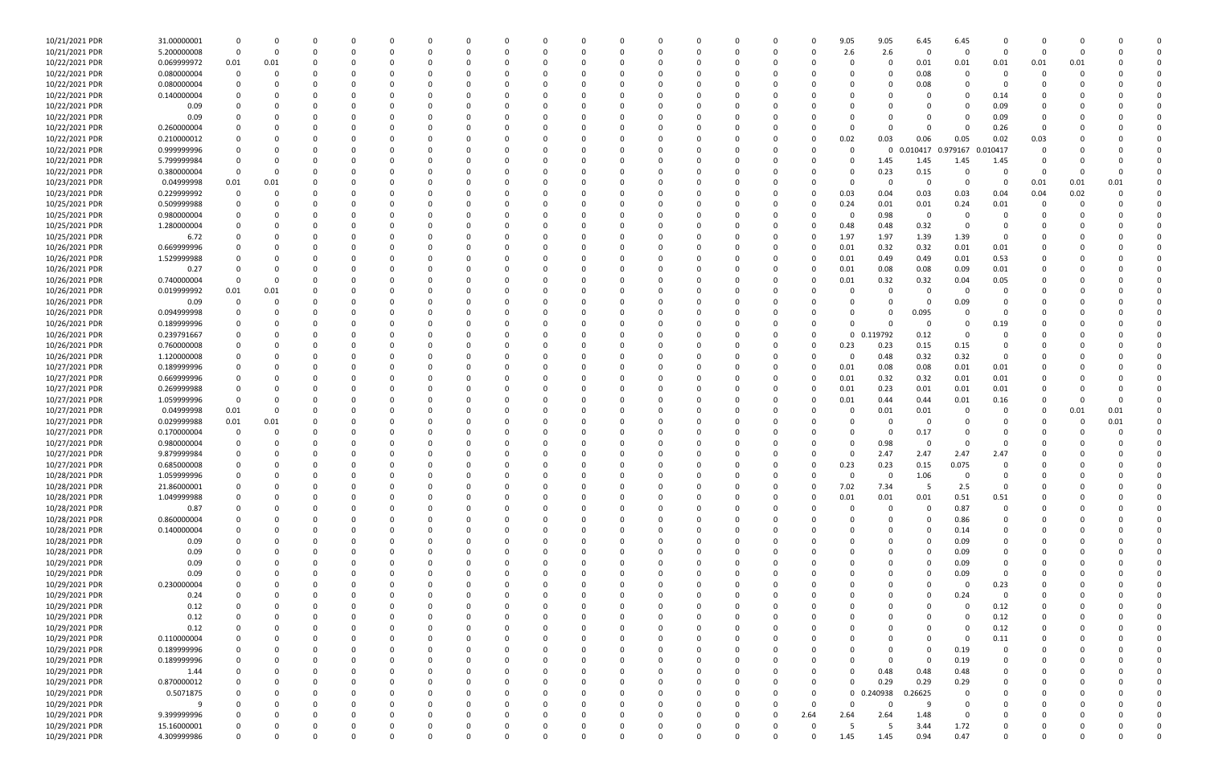| | | | | | | | | | | | | | | | | | | | | | | | | | | | | |
|---|---|---|---|---|---|---|---|---|---|---|---|---|---|---|---|---|---|---|---|---|---|---|---|---|---|---|---|---|
| 10/21/2021 PDR | 31.00000001 | 0 | 0 | 0 | 0 | 0 | 0 | 0 | 0 | 0 | 0 | 0 | 0 | 0 | 0 | 0 | 0 | 0 | 9.05 | 9.05 | 6.45 | 6.45 | 0 | 0 | 0 | 0 | 0 | 0 |
| 10/21/2021 PDR | 5.200000008 | 0 | 0 | 0 | 0 | 0 | 0 | 0 | 0 | 0 | 0 | 0 | 0 | 0 | 0 | 0 | 0 | 0 | 2.6 | 2.6 | 0 | 0 | 0 | 0 | 0 | 0 | 0 | 0 |
| 10/22/2021 PDR | 0.069999972 | 0.01 | 0.01 | 0 | 0 | 0 | 0 | 0 | 0 | 0 | 0 | 0 | 0 | 0 | 0 | 0 | 0 | 0 | 0 | 0 | 0.01 | 0.01 | 0.01 | 0.01 | 0.01 | 0 | 0 | 0 |
| 10/22/2021 PDR | 0.080000004 | 0 | 0 | 0 | 0 | 0 | 0 | 0 | 0 | 0 | 0 | 0 | 0 | 0 | 0 | 0 | 0 | 0 | 0 | 0 | 0.08 | 0 | 0 | 0 | 0 | 0 | 0 | 0 |
| 10/22/2021 PDR | 0.080000004 | 0 | 0 | 0 | 0 | 0 | 0 | 0 | 0 | 0 | 0 | 0 | 0 | 0 | 0 | 0 | 0 | 0 | 0 | 0 | 0.08 | 0 | 0 | 0 | 0 | 0 | 0 | 0 |
| 10/22/2021 PDR | 0.140000004 | 0 | 0 | 0 | 0 | 0 | 0 | 0 | 0 | 0 | 0 | 0 | 0 | 0 | 0 | 0 | 0 | 0 | 0 | 0 | 0 | 0 | 0.14 | 0 | 0 | 0 | 0 | 0 |
| 10/22/2021 PDR | 0.09 | 0 | 0 | 0 | 0 | 0 | 0 | 0 | 0 | 0 | 0 | 0 | 0 | 0 | 0 | 0 | 0 | 0 | 0 | 0 | 0 | 0 | 0.09 | 0 | 0 | 0 | 0 | 0 |
| 10/22/2021 PDR | 0.09 | 0 | 0 | 0 | 0 | 0 | 0 | 0 | 0 | 0 | 0 | 0 | 0 | 0 | 0 | 0 | 0 | 0 | 0 | 0 | 0 | 0 | 0.09 | 0 | 0 | 0 | 0 | 0 |
| 10/22/2021 PDR | 0.260000004 | 0 | 0 | 0 | 0 | 0 | 0 | 0 | 0 | 0 | 0 | 0 | 0 | 0 | 0 | 0 | 0 | 0 | 0 | 0 | 0 | 0 | 0.26 | 0 | 0 | 0 | 0 | 0 |
| 10/22/2021 PDR | 0.210000012 | 0 | 0 | 0 | 0 | 0 | 0 | 0 | 0 | 0 | 0 | 0 | 0 | 0 | 0 | 0 | 0 | 0 | 0.02 | 0.03 | 0.06 | 0.05 | 0.02 | 0.03 | 0 | 0 | 0 | 0 |
| 10/22/2021 PDR | 0.999999996 | 0 | 0 | 0 | 0 | 0 | 0 | 0 | 0 | 0 | 0 | 0 | 0 | 0 | 0 | 0 | 0 | 0 | 0 | 0 | 0.010417 | 0.979167 | 0.010417 | 0 | 0 | 0 | 0 | 0 |
| 10/22/2021 PDR | 5.799999984 | 0 | 0 | 0 | 0 | 0 | 0 | 0 | 0 | 0 | 0 | 0 | 0 | 0 | 0 | 0 | 0 | 0 | 0 | 1.45 | 1.45 | 1.45 | 1.45 | 0 | 0 | 0 | 0 | 0 |
| 10/22/2021 PDR | 0.380000004 | 0 | 0 | 0 | 0 | 0 | 0 | 0 | 0 | 0 | 0 | 0 | 0 | 0 | 0 | 0 | 0 | 0 | 0 | 0.23 | 0.15 | 0 | 0 | 0 | 0 | 0 | 0 | 0 |
| 10/23/2021 PDR | 0.04999998 | 0.01 | 0.01 | 0 | 0 | 0 | 0 | 0 | 0 | 0 | 0 | 0 | 0 | 0 | 0 | 0 | 0 | 0 | 0 | 0 | 0 | 0 | 0 | 0.01 | 0.01 | 0.01 | 0 | 0 |
| 10/23/2021 PDR | 0.229999992 | 0 | 0 | 0 | 0 | 0 | 0 | 0 | 0 | 0 | 0 | 0 | 0 | 0 | 0 | 0 | 0 | 0 | 0.03 | 0.04 | 0.03 | 0.03 | 0.04 | 0.04 | 0.02 | 0 | 0 | 0 |
| 10/25/2021 PDR | 0.509999988 | 0 | 0 | 0 | 0 | 0 | 0 | 0 | 0 | 0 | 0 | 0 | 0 | 0 | 0 | 0 | 0 | 0 | 0.24 | 0.01 | 0.01 | 0.24 | 0.01 | 0 | 0 | 0 | 0 | 0 |
| 10/25/2021 PDR | 0.980000004 | 0 | 0 | 0 | 0 | 0 | 0 | 0 | 0 | 0 | 0 | 0 | 0 | 0 | 0 | 0 | 0 | 0 | 0 | 0.98 | 0 | 0 | 0 | 0 | 0 | 0 | 0 | 0 |
| 10/25/2021 PDR | 1.280000004 | 0 | 0 | 0 | 0 | 0 | 0 | 0 | 0 | 0 | 0 | 0 | 0 | 0 | 0 | 0 | 0 | 0 | 0.48 | 0.48 | 0.32 | 0 | 0 | 0 | 0 | 0 | 0 | 0 |
| 10/25/2021 PDR | 6.72 | 0 | 0 | 0 | 0 | 0 | 0 | 0 | 0 | 0 | 0 | 0 | 0 | 0 | 0 | 0 | 0 | 0 | 1.97 | 1.97 | 1.39 | 1.39 | 0 | 0 | 0 | 0 | 0 | 0 |
| 10/26/2021 PDR | 0.669999996 | 0 | 0 | 0 | 0 | 0 | 0 | 0 | 0 | 0 | 0 | 0 | 0 | 0 | 0 | 0 | 0 | 0 | 0.01 | 0.32 | 0.32 | 0.01 | 0.01 | 0 | 0 | 0 | 0 | 0 |
| 10/26/2021 PDR | 1.529999988 | 0 | 0 | 0 | 0 | 0 | 0 | 0 | 0 | 0 | 0 | 0 | 0 | 0 | 0 | 0 | 0 | 0 | 0.01 | 0.49 | 0.49 | 0.01 | 0.53 | 0 | 0 | 0 | 0 | 0 |
| 10/26/2021 PDR | 0.27 | 0 | 0 | 0 | 0 | 0 | 0 | 0 | 0 | 0 | 0 | 0 | 0 | 0 | 0 | 0 | 0 | 0 | 0.01 | 0.08 | 0.08 | 0.09 | 0.01 | 0 | 0 | 0 | 0 | 0 |
| 10/26/2021 PDR | 0.740000004 | 0 | 0 | 0 | 0 | 0 | 0 | 0 | 0 | 0 | 0 | 0 | 0 | 0 | 0 | 0 | 0 | 0 | 0.01 | 0.32 | 0.32 | 0.04 | 0.05 | 0 | 0 | 0 | 0 | 0 |
| 10/26/2021 PDR | 0.019999992 | 0.01 | 0.01 | 0 | 0 | 0 | 0 | 0 | 0 | 0 | 0 | 0 | 0 | 0 | 0 | 0 | 0 | 0 | 0 | 0 | 0 | 0 | 0 | 0 | 0 | 0 | 0 | 0 |
| 10/26/2021 PDR | 0.09 | 0 | 0 | 0 | 0 | 0 | 0 | 0 | 0 | 0 | 0 | 0 | 0 | 0 | 0 | 0 | 0 | 0 | 0 | 0 | 0 | 0.09 | 0 | 0 | 0 | 0 | 0 | 0 |
| 10/26/2021 PDR | 0.094999998 | 0 | 0 | 0 | 0 | 0 | 0 | 0 | 0 | 0 | 0 | 0 | 0 | 0 | 0 | 0 | 0 | 0 | 0 | 0 | 0.095 | 0 | 0 | 0 | 0 | 0 | 0 | 0 |
| 10/26/2021 PDR | 0.189999996 | 0 | 0 | 0 | 0 | 0 | 0 | 0 | 0 | 0 | 0 | 0 | 0 | 0 | 0 | 0 | 0 | 0 | 0 | 0 | 0 | 0 | 0.19 | 0 | 0 | 0 | 0 | 0 |
| 10/26/2021 PDR | 0.239791667 | 0 | 0 | 0 | 0 | 0 | 0 | 0 | 0 | 0 | 0 | 0 | 0 | 0 | 0 | 0 | 0 | 0 | 0 | 0.119792 | 0.12 | 0 | 0 | 0 | 0 | 0 | 0 | 0 |
| 10/26/2021 PDR | 0.760000008 | 0 | 0 | 0 | 0 | 0 | 0 | 0 | 0 | 0 | 0 | 0 | 0 | 0 | 0 | 0 | 0 | 0 | 0.23 | 0.23 | 0.15 | 0.15 | 0 | 0 | 0 | 0 | 0 | 0 |
| 10/26/2021 PDR | 1.120000008 | 0 | 0 | 0 | 0 | 0 | 0 | 0 | 0 | 0 | 0 | 0 | 0 | 0 | 0 | 0 | 0 | 0 | 0 | 0.48 | 0.32 | 0.32 | 0 | 0 | 0 | 0 | 0 | 0 |
| 10/27/2021 PDR | 0.189999996 | 0 | 0 | 0 | 0 | 0 | 0 | 0 | 0 | 0 | 0 | 0 | 0 | 0 | 0 | 0 | 0 | 0 | 0.01 | 0.08 | 0.08 | 0.01 | 0.01 | 0 | 0 | 0 | 0 | 0 |
| 10/27/2021 PDR | 0.669999996 | 0 | 0 | 0 | 0 | 0 | 0 | 0 | 0 | 0 | 0 | 0 | 0 | 0 | 0 | 0 | 0 | 0 | 0.01 | 0.32 | 0.32 | 0.01 | 0.01 | 0 | 0 | 0 | 0 | 0 |
| 10/27/2021 PDR | 0.269999988 | 0 | 0 | 0 | 0 | 0 | 0 | 0 | 0 | 0 | 0 | 0 | 0 | 0 | 0 | 0 | 0 | 0 | 0.01 | 0.23 | 0.01 | 0.01 | 0.01 | 0 | 0 | 0 | 0 | 0 |
| 10/27/2021 PDR | 1.059999996 | 0 | 0 | 0 | 0 | 0 | 0 | 0 | 0 | 0 | 0 | 0 | 0 | 0 | 0 | 0 | 0 | 0 | 0.01 | 0.44 | 0.44 | 0.01 | 0.16 | 0 | 0 | 0 | 0 | 0 |
| 10/27/2021 PDR | 0.04999998 | 0.01 | 0 | 0 | 0 | 0 | 0 | 0 | 0 | 0 | 0 | 0 | 0 | 0 | 0 | 0 | 0 | 0 | 0 | 0.01 | 0.01 | 0 | 0 | 0 | 0.01 | 0.01 | 0 | 0 |
| 10/27/2021 PDR | 0.029999988 | 0.01 | 0.01 | 0 | 0 | 0 | 0 | 0 | 0 | 0 | 0 | 0 | 0 | 0 | 0 | 0 | 0 | 0 | 0 | 0 | 0 | 0 | 0 | 0 | 0 | 0.01 | 0 | 0 |
| 10/27/2021 PDR | 0.170000004 | 0 | 0 | 0 | 0 | 0 | 0 | 0 | 0 | 0 | 0 | 0 | 0 | 0 | 0 | 0 | 0 | 0 | 0 | 0 | 0.17 | 0 | 0 | 0 | 0 | 0 | 0 | 0 |
| 10/27/2021 PDR | 0.980000004 | 0 | 0 | 0 | 0 | 0 | 0 | 0 | 0 | 0 | 0 | 0 | 0 | 0 | 0 | 0 | 0 | 0 | 0 | 0.98 | 0 | 0 | 0 | 0 | 0 | 0 | 0 | 0 |
| 10/27/2021 PDR | 9.879999984 | 0 | 0 | 0 | 0 | 0 | 0 | 0 | 0 | 0 | 0 | 0 | 0 | 0 | 0 | 0 | 0 | 0 | 0 | 2.47 | 2.47 | 2.47 | 2.47 | 0 | 0 | 0 | 0 | 0 |
| 10/27/2021 PDR | 0.685000008 | 0 | 0 | 0 | 0 | 0 | 0 | 0 | 0 | 0 | 0 | 0 | 0 | 0 | 0 | 0 | 0 | 0 | 0.23 | 0.23 | 0.15 | 0.075 | 0 | 0 | 0 | 0 | 0 | 0 |
| 10/28/2021 PDR | 1.059999996 | 0 | 0 | 0 | 0 | 0 | 0 | 0 | 0 | 0 | 0 | 0 | 0 | 0 | 0 | 0 | 0 | 0 | 0 | 0 | 1.06 | 0 | 0 | 0 | 0 | 0 | 0 | 0 |
| 10/28/2021 PDR | 21.86000001 | 0 | 0 | 0 | 0 | 0 | 0 | 0 | 0 | 0 | 0 | 0 | 0 | 0 | 0 | 0 | 0 | 0 | 7.02 | 7.34 | 5 | 2.5 | 0 | 0 | 0 | 0 | 0 | 0 |
| 10/28/2021 PDR | 1.049999988 | 0 | 0 | 0 | 0 | 0 | 0 | 0 | 0 | 0 | 0 | 0 | 0 | 0 | 0 | 0 | 0 | 0 | 0.01 | 0.01 | 0.01 | 0.51 | 0.51 | 0 | 0 | 0 | 0 | 0 |
| 10/28/2021 PDR | 0.87 | 0 | 0 | 0 | 0 | 0 | 0 | 0 | 0 | 0 | 0 | 0 | 0 | 0 | 0 | 0 | 0 | 0 | 0 | 0 | 0 | 0.87 | 0 | 0 | 0 | 0 | 0 | 0 |
| 10/28/2021 PDR | 0.860000004 | 0 | 0 | 0 | 0 | 0 | 0 | 0 | 0 | 0 | 0 | 0 | 0 | 0 | 0 | 0 | 0 | 0 | 0 | 0 | 0 | 0.86 | 0 | 0 | 0 | 0 | 0 | 0 |
| 10/28/2021 PDR | 0.140000004 | 0 | 0 | 0 | 0 | 0 | 0 | 0 | 0 | 0 | 0 | 0 | 0 | 0 | 0 | 0 | 0 | 0 | 0 | 0 | 0 | 0.14 | 0 | 0 | 0 | 0 | 0 | 0 |
| 10/28/2021 PDR | 0.09 | 0 | 0 | 0 | 0 | 0 | 0 | 0 | 0 | 0 | 0 | 0 | 0 | 0 | 0 | 0 | 0 | 0 | 0 | 0 | 0 | 0.09 | 0 | 0 | 0 | 0 | 0 | 0 |
| 10/28/2021 PDR | 0.09 | 0 | 0 | 0 | 0 | 0 | 0 | 0 | 0 | 0 | 0 | 0 | 0 | 0 | 0 | 0 | 0 | 0 | 0 | 0 | 0 | 0.09 | 0 | 0 | 0 | 0 | 0 | 0 |
| 10/29/2021 PDR | 0.09 | 0 | 0 | 0 | 0 | 0 | 0 | 0 | 0 | 0 | 0 | 0 | 0 | 0 | 0 | 0 | 0 | 0 | 0 | 0 | 0 | 0.09 | 0 | 0 | 0 | 0 | 0 | 0 |
| 10/29/2021 PDR | 0.09 | 0 | 0 | 0 | 0 | 0 | 0 | 0 | 0 | 0 | 0 | 0 | 0 | 0 | 0 | 0 | 0 | 0 | 0 | 0 | 0 | 0.09 | 0 | 0 | 0 | 0 | 0 | 0 |
| 10/29/2021 PDR | 0.230000004 | 0 | 0 | 0 | 0 | 0 | 0 | 0 | 0 | 0 | 0 | 0 | 0 | 0 | 0 | 0 | 0 | 0 | 0 | 0 | 0 | 0 | 0.23 | 0 | 0 | 0 | 0 | 0 |
| 10/29/2021 PDR | 0.24 | 0 | 0 | 0 | 0 | 0 | 0 | 0 | 0 | 0 | 0 | 0 | 0 | 0 | 0 | 0 | 0 | 0 | 0 | 0 | 0 | 0.24 | 0 | 0 | 0 | 0 | 0 | 0 |
| 10/29/2021 PDR | 0.12 | 0 | 0 | 0 | 0 | 0 | 0 | 0 | 0 | 0 | 0 | 0 | 0 | 0 | 0 | 0 | 0 | 0 | 0 | 0 | 0 | 0 | 0.12 | 0 | 0 | 0 | 0 | 0 |
| 10/29/2021 PDR | 0.12 | 0 | 0 | 0 | 0 | 0 | 0 | 0 | 0 | 0 | 0 | 0 | 0 | 0 | 0 | 0 | 0 | 0 | 0 | 0 | 0 | 0 | 0.12 | 0 | 0 | 0 | 0 | 0 |
| 10/29/2021 PDR | 0.12 | 0 | 0 | 0 | 0 | 0 | 0 | 0 | 0 | 0 | 0 | 0 | 0 | 0 | 0 | 0 | 0 | 0 | 0 | 0 | 0 | 0 | 0.12 | 0 | 0 | 0 | 0 | 0 |
| 10/29/2021 PDR | 0.110000004 | 0 | 0 | 0 | 0 | 0 | 0 | 0 | 0 | 0 | 0 | 0 | 0 | 0 | 0 | 0 | 0 | 0 | 0 | 0 | 0 | 0 | 0.11 | 0 | 0 | 0 | 0 | 0 |
| 10/29/2021 PDR | 0.189999996 | 0 | 0 | 0 | 0 | 0 | 0 | 0 | 0 | 0 | 0 | 0 | 0 | 0 | 0 | 0 | 0 | 0 | 0 | 0 | 0 | 0.19 | 0 | 0 | 0 | 0 | 0 | 0 |
| 10/29/2021 PDR | 0.189999996 | 0 | 0 | 0 | 0 | 0 | 0 | 0 | 0 | 0 | 0 | 0 | 0 | 0 | 0 | 0 | 0 | 0 | 0 | 0 | 0 | 0.19 | 0 | 0 | 0 | 0 | 0 | 0 |
| 10/29/2021 PDR | 1.44 | 0 | 0 | 0 | 0 | 0 | 0 | 0 | 0 | 0 | 0 | 0 | 0 | 0 | 0 | 0 | 0 | 0 | 0 | 0.48 | 0.48 | 0.48 | 0 | 0 | 0 | 0 | 0 | 0 |
| 10/29/2021 PDR | 0.870000012 | 0 | 0 | 0 | 0 | 0 | 0 | 0 | 0 | 0 | 0 | 0 | 0 | 0 | 0 | 0 | 0 | 0 | 0 | 0.29 | 0.29 | 0.29 | 0 | 0 | 0 | 0 | 0 | 0 |
| 10/29/2021 PDR | 0.5071875 | 0 | 0 | 0 | 0 | 0 | 0 | 0 | 0 | 0 | 0 | 0 | 0 | 0 | 0 | 0 | 0 | 0 | 0 | 0.240938 | 0.26625 | 0 | 0 | 0 | 0 | 0 | 0 | 0 |
| 10/29/2021 PDR | 9 | 0 | 0 | 0 | 0 | 0 | 0 | 0 | 0 | 0 | 0 | 0 | 0 | 0 | 0 | 0 | 0 | 0 | 0 | 0 | 9 | 0 | 0 | 0 | 0 | 0 | 0 | 0 |
| 10/29/2021 PDR | 9.399999996 | 0 | 0 | 0 | 0 | 0 | 0 | 0 | 0 | 0 | 0 | 0 | 0 | 0 | 0 | 0 | 0 | 2.64 | 2.64 | 2.64 | 1.48 | 0 | 0 | 0 | 0 | 0 | 0 | 0 |
| 10/29/2021 PDR | 15.16000001 | 0 | 0 | 0 | 0 | 0 | 0 | 0 | 0 | 0 | 0 | 0 | 0 | 0 | 0 | 0 | 0 | 0 | 5 | 5 | 3.44 | 1.72 | 0 | 0 | 0 | 0 | 0 | 0 |
| 10/29/2021 PDR | 4.309999986 | 0 | 0 | 0 | 0 | 0 | 0 | 0 | 0 | 0 | 0 | 0 | 0 | 0 | 0 | 0 | 0 | 0 | 1.45 | 1.45 | 0.94 | 0.47 | 0 | 0 | 0 | 0 | 0 | 0 |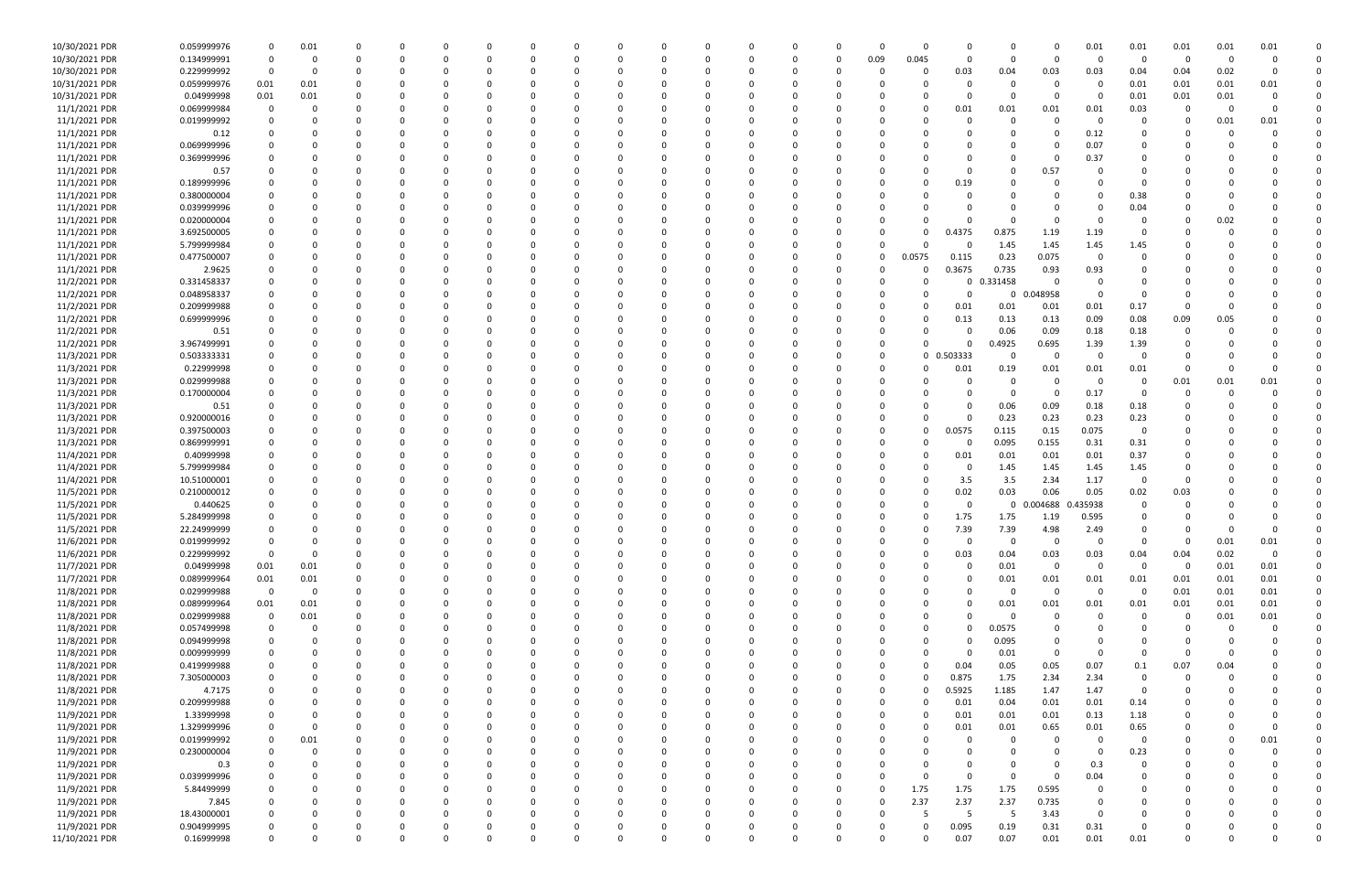| | | | | | | | | | | | | | | | | | | | | | | | | | | | | |
|---|---|---|---|---|---|---|---|---|---|---|---|---|---|---|---|---|---|---|---|---|---|---|---|---|---|---|---|---|
| 10/30/2021 PDR | 0.059999976 | 0 | 0.01 | 0 | 0 | 0 | 0 | 0 | 0 | 0 | 0 | 0 | 0 | 0 | 0 | 0 | 0 | 0 | 0 | 0 | 0 | 0 | 0.01 | 0.01 | 0.01 | 0.01 | 0.01 | 0 |
| 10/30/2021 PDR | 0.134999991 | 0 | 0 | 0 | 0 | 0 | 0 | 0 | 0 | 0 | 0 | 0 | 0 | 0 | 0 | 0 | 0 | 0.09 | 0.045 | 0 | 0 | 0 | 0 | 0 | 0 | 0 | 0 | 0 |
| 10/30/2021 PDR | 0.229999992 | 0 | 0 | 0 | 0 | 0 | 0 | 0 | 0 | 0 | 0 | 0 | 0 | 0 | 0 | 0 | 0 | 0 | 0 | 0.03 | 0.04 | 0.03 | 0.03 | 0.04 | 0.04 | 0.02 | 0 | 0 |
| 10/31/2021 PDR | 0.059999976 | 0.01 | 0.01 | 0 | 0 | 0 | 0 | 0 | 0 | 0 | 0 | 0 | 0 | 0 | 0 | 0 | 0 | 0 | 0 | 0 | 0 | 0 | 0 | 0.01 | 0.01 | 0.01 | 0.01 | 0 |
| 10/31/2021 PDR | 0.04999998 | 0.01 | 0.01 | 0 | 0 | 0 | 0 | 0 | 0 | 0 | 0 | 0 | 0 | 0 | 0 | 0 | 0 | 0 | 0 | 0 | 0 | 0 | 0 | 0.01 | 0.01 | 0.01 | 0 | 0 |
| 11/1/2021 PDR | 0.069999984 | 0 | 0 | 0 | 0 | 0 | 0 | 0 | 0 | 0 | 0 | 0 | 0 | 0 | 0 | 0 | 0 | 0 | 0 | 0.01 | 0.01 | 0.01 | 0.01 | 0.03 | 0 | 0 | 0 | 0 |
| 11/1/2021 PDR | 0.019999992 | 0 | 0 | 0 | 0 | 0 | 0 | 0 | 0 | 0 | 0 | 0 | 0 | 0 | 0 | 0 | 0 | 0 | 0 | 0 | 0 | 0 | 0 | 0 | 0 | 0.01 | 0.01 | 0 |
| 11/1/2021 PDR | 0.12 | 0 | 0 | 0 | 0 | 0 | 0 | 0 | 0 | 0 | 0 | 0 | 0 | 0 | 0 | 0 | 0 | 0 | 0 | 0 | 0 | 0 | 0.12 | 0 | 0 | 0 | 0 | 0 |
| 11/1/2021 PDR | 0.069999996 | 0 | 0 | 0 | 0 | 0 | 0 | 0 | 0 | 0 | 0 | 0 | 0 | 0 | 0 | 0 | 0 | 0 | 0 | 0 | 0 | 0 | 0.07 | 0 | 0 | 0 | 0 | 0 |
| 11/1/2021 PDR | 0.369999996 | 0 | 0 | 0 | 0 | 0 | 0 | 0 | 0 | 0 | 0 | 0 | 0 | 0 | 0 | 0 | 0 | 0 | 0 | 0 | 0 | 0 | 0.37 | 0 | 0 | 0 | 0 | 0 |
| 11/1/2021 PDR | 0.57 | 0 | 0 | 0 | 0 | 0 | 0 | 0 | 0 | 0 | 0 | 0 | 0 | 0 | 0 | 0 | 0 | 0 | 0 | 0 | 0 | 0.57 | 0 | 0 | 0 | 0 | 0 | 0 |
| 11/1/2021 PDR | 0.189999996 | 0 | 0 | 0 | 0 | 0 | 0 | 0 | 0 | 0 | 0 | 0 | 0 | 0 | 0 | 0 | 0 | 0 | 0 | 0.19 | 0 | 0 | 0 | 0 | 0 | 0 | 0 | 0 |
| 11/1/2021 PDR | 0.380000004 | 0 | 0 | 0 | 0 | 0 | 0 | 0 | 0 | 0 | 0 | 0 | 0 | 0 | 0 | 0 | 0 | 0 | 0 | 0 | 0 | 0 | 0 | 0.38 | 0 | 0 | 0 | 0 |
| 11/1/2021 PDR | 0.039999996 | 0 | 0 | 0 | 0 | 0 | 0 | 0 | 0 | 0 | 0 | 0 | 0 | 0 | 0 | 0 | 0 | 0 | 0 | 0 | 0 | 0 | 0 | 0.04 | 0 | 0 | 0 | 0 |
| 11/1/2021 PDR | 0.020000004 | 0 | 0 | 0 | 0 | 0 | 0 | 0 | 0 | 0 | 0 | 0 | 0 | 0 | 0 | 0 | 0 | 0 | 0 | 0 | 0 | 0 | 0 | 0 | 0 | 0.02 | 0 | 0 |
| 11/1/2021 PDR | 3.692500005 | 0 | 0 | 0 | 0 | 0 | 0 | 0 | 0 | 0 | 0 | 0 | 0 | 0 | 0 | 0 | 0 | 0 | 0 | 0.4375 | 0.875 | 1.19 | 1.19 | 0 | 0 | 0 | 0 | 0 |
| 11/1/2021 PDR | 5.799999984 | 0 | 0 | 0 | 0 | 0 | 0 | 0 | 0 | 0 | 0 | 0 | 0 | 0 | 0 | 0 | 0 | 0 | 0 | 0 | 1.45 | 1.45 | 1.45 | 1.45 | 0 | 0 | 0 | 0 |
| 11/1/2021 PDR | 0.477500007 | 0 | 0 | 0 | 0 | 0 | 0 | 0 | 0 | 0 | 0 | 0 | 0 | 0 | 0 | 0 | 0 | 0 | 0.0575 | 0.115 | 0.23 | 0.075 | 0 | 0 | 0 | 0 | 0 | 0 |
| 11/1/2021 PDR | 2.9625 | 0 | 0 | 0 | 0 | 0 | 0 | 0 | 0 | 0 | 0 | 0 | 0 | 0 | 0 | 0 | 0 | 0 | 0 | 0.3675 | 0.735 | 0.93 | 0.93 | 0 | 0 | 0 | 0 | 0 |
| 11/2/2021 PDR | 0.331458337 | 0 | 0 | 0 | 0 | 0 | 0 | 0 | 0 | 0 | 0 | 0 | 0 | 0 | 0 | 0 | 0 | 0 | 0 | 0 | 0.331458 | 0 | 0 | 0 | 0 | 0 | 0 | 0 |
| 11/2/2021 PDR | 0.048958337 | 0 | 0 | 0 | 0 | 0 | 0 | 0 | 0 | 0 | 0 | 0 | 0 | 0 | 0 | 0 | 0 | 0 | 0 | 0 | 0 | 0.048958 | 0 | 0 | 0 | 0 | 0 | 0 |
| 11/2/2021 PDR | 0.209999988 | 0 | 0 | 0 | 0 | 0 | 0 | 0 | 0 | 0 | 0 | 0 | 0 | 0 | 0 | 0 | 0 | 0 | 0 | 0.01 | 0.01 | 0.01 | 0.01 | 0.17 | 0 | 0 | 0 | 0 |
| 11/2/2021 PDR | 0.699999996 | 0 | 0 | 0 | 0 | 0 | 0 | 0 | 0 | 0 | 0 | 0 | 0 | 0 | 0 | 0 | 0 | 0 | 0 | 0.13 | 0.13 | 0.13 | 0.09 | 0.08 | 0.09 | 0.05 | 0 | 0 |
| 11/2/2021 PDR | 0.51 | 0 | 0 | 0 | 0 | 0 | 0 | 0 | 0 | 0 | 0 | 0 | 0 | 0 | 0 | 0 | 0 | 0 | 0 | 0 | 0.06 | 0.09 | 0.18 | 0.18 | 0 | 0 | 0 | 0 |
| 11/2/2021 PDR | 3.967499991 | 0 | 0 | 0 | 0 | 0 | 0 | 0 | 0 | 0 | 0 | 0 | 0 | 0 | 0 | 0 | 0 | 0 | 0 | 0 | 0.4925 | 0.695 | 1.39 | 1.39 | 0 | 0 | 0 | 0 |
| 11/3/2021 PDR | 0.503333331 | 0 | 0 | 0 | 0 | 0 | 0 | 0 | 0 | 0 | 0 | 0 | 0 | 0 | 0 | 0 | 0 | 0 | 0.503333 | 0 | 0 | 0 | 0 | 0 | 0 | 0 | 0 | 0 |
| 11/3/2021 PDR | 0.22999998 | 0 | 0 | 0 | 0 | 0 | 0 | 0 | 0 | 0 | 0 | 0 | 0 | 0 | 0 | 0 | 0 | 0 | 0 | 0.01 | 0.19 | 0.01 | 0.01 | 0.01 | 0 | 0 | 0 | 0 |
| 11/3/2021 PDR | 0.029999988 | 0 | 0 | 0 | 0 | 0 | 0 | 0 | 0 | 0 | 0 | 0 | 0 | 0 | 0 | 0 | 0 | 0 | 0 | 0 | 0 | 0 | 0 | 0 | 0.01 | 0.01 | 0.01 | 0 |
| 11/3/2021 PDR | 0.170000004 | 0 | 0 | 0 | 0 | 0 | 0 | 0 | 0 | 0 | 0 | 0 | 0 | 0 | 0 | 0 | 0 | 0 | 0 | 0 | 0 | 0 | 0.17 | 0 | 0 | 0 | 0 | 0 |
| 11/3/2021 PDR | 0.51 | 0 | 0 | 0 | 0 | 0 | 0 | 0 | 0 | 0 | 0 | 0 | 0 | 0 | 0 | 0 | 0 | 0 | 0 | 0 | 0.06 | 0.09 | 0.18 | 0.18 | 0 | 0 | 0 | 0 |
| 11/3/2021 PDR | 0.920000016 | 0 | 0 | 0 | 0 | 0 | 0 | 0 | 0 | 0 | 0 | 0 | 0 | 0 | 0 | 0 | 0 | 0 | 0 | 0 | 0.23 | 0.23 | 0.23 | 0.23 | 0 | 0 | 0 | 0 |
| 11/3/2021 PDR | 0.397500003 | 0 | 0 | 0 | 0 | 0 | 0 | 0 | 0 | 0 | 0 | 0 | 0 | 0 | 0 | 0 | 0 | 0 | 0 | 0.0575 | 0.115 | 0.15 | 0.075 | 0 | 0 | 0 | 0 | 0 |
| 11/3/2021 PDR | 0.869999991 | 0 | 0 | 0 | 0 | 0 | 0 | 0 | 0 | 0 | 0 | 0 | 0 | 0 | 0 | 0 | 0 | 0 | 0 | 0 | 0.095 | 0.155 | 0.31 | 0.31 | 0 | 0 | 0 | 0 |
| 11/4/2021 PDR | 0.40999998 | 0 | 0 | 0 | 0 | 0 | 0 | 0 | 0 | 0 | 0 | 0 | 0 | 0 | 0 | 0 | 0 | 0 | 0 | 0.01 | 0.01 | 0.01 | 0.01 | 0.37 | 0 | 0 | 0 | 0 |
| 11/4/2021 PDR | 5.799999984 | 0 | 0 | 0 | 0 | 0 | 0 | 0 | 0 | 0 | 0 | 0 | 0 | 0 | 0 | 0 | 0 | 0 | 0 | 0 | 1.45 | 1.45 | 1.45 | 1.45 | 0 | 0 | 0 | 0 |
| 11/4/2021 PDR | 10.51000001 | 0 | 0 | 0 | 0 | 0 | 0 | 0 | 0 | 0 | 0 | 0 | 0 | 0 | 0 | 0 | 0 | 0 | 0 | 3.5 | 3.5 | 2.34 | 1.17 | 0 | 0 | 0 | 0 | 0 |
| 11/5/2021 PDR | 0.210000012 | 0 | 0 | 0 | 0 | 0 | 0 | 0 | 0 | 0 | 0 | 0 | 0 | 0 | 0 | 0 | 0 | 0 | 0 | 0.02 | 0.03 | 0.06 | 0.05 | 0.02 | 0.03 | 0 | 0 | 0 |
| 11/5/2021 PDR | 0.440625 | 0 | 0 | 0 | 0 | 0 | 0 | 0 | 0 | 0 | 0 | 0 | 0 | 0 | 0 | 0 | 0 | 0 | 0 | 0 | 0 | 0.004688 | 0.435938 | 0 | 0 | 0 | 0 | 0 |
| 11/5/2021 PDR | 5.284999998 | 0 | 0 | 0 | 0 | 0 | 0 | 0 | 0 | 0 | 0 | 0 | 0 | 0 | 0 | 0 | 0 | 0 | 0 | 1.75 | 1.75 | 1.19 | 0.595 | 0 | 0 | 0 | 0 | 0 |
| 11/5/2021 PDR | 22.24999999 | 0 | 0 | 0 | 0 | 0 | 0 | 0 | 0 | 0 | 0 | 0 | 0 | 0 | 0 | 0 | 0 | 0 | 0 | 7.39 | 7.39 | 4.98 | 2.49 | 0 | 0 | 0 | 0 | 0 |
| 11/6/2021 PDR | 0.019999992 | 0 | 0 | 0 | 0 | 0 | 0 | 0 | 0 | 0 | 0 | 0 | 0 | 0 | 0 | 0 | 0 | 0 | 0 | 0 | 0 | 0 | 0 | 0 | 0 | 0.01 | 0.01 | 0 |
| 11/6/2021 PDR | 0.229999992 | 0 | 0 | 0 | 0 | 0 | 0 | 0 | 0 | 0 | 0 | 0 | 0 | 0 | 0 | 0 | 0 | 0 | 0 | 0.03 | 0.04 | 0.03 | 0.03 | 0.04 | 0.04 | 0.02 | 0 | 0 |
| 11/7/2021 PDR | 0.04999998 | 0.01 | 0.01 | 0 | 0 | 0 | 0 | 0 | 0 | 0 | 0 | 0 | 0 | 0 | 0 | 0 | 0 | 0 | 0 | 0 | 0.01 | 0 | 0 | 0 | 0 | 0.01 | 0.01 | 0 |
| 11/7/2021 PDR | 0.089999964 | 0.01 | 0.01 | 0 | 0 | 0 | 0 | 0 | 0 | 0 | 0 | 0 | 0 | 0 | 0 | 0 | 0 | 0 | 0 | 0 | 0.01 | 0.01 | 0.01 | 0.01 | 0.01 | 0.01 | 0.01 | 0 |
| 11/8/2021 PDR | 0.029999988 | 0 | 0 | 0 | 0 | 0 | 0 | 0 | 0 | 0 | 0 | 0 | 0 | 0 | 0 | 0 | 0 | 0 | 0 | 0 | 0 | 0 | 0 | 0 | 0.01 | 0.01 | 0.01 | 0 |
| 11/8/2021 PDR | 0.089999964 | 0.01 | 0.01 | 0 | 0 | 0 | 0 | 0 | 0 | 0 | 0 | 0 | 0 | 0 | 0 | 0 | 0 | 0 | 0 | 0 | 0.01 | 0.01 | 0.01 | 0.01 | 0.01 | 0.01 | 0.01 | 0 |
| 11/8/2021 PDR | 0.029999988 | 0 | 0.01 | 0 | 0 | 0 | 0 | 0 | 0 | 0 | 0 | 0 | 0 | 0 | 0 | 0 | 0 | 0 | 0 | 0 | 0 | 0 | 0 | 0 | 0 | 0.01 | 0.01 | 0 |
| 11/8/2021 PDR | 0.057499998 | 0 | 0 | 0 | 0 | 0 | 0 | 0 | 0 | 0 | 0 | 0 | 0 | 0 | 0 | 0 | 0 | 0 | 0 | 0 | 0.0575 | 0 | 0 | 0 | 0 | 0 | 0 | 0 |
| 11/8/2021 PDR | 0.094999996 | 0 | 0 | 0 | 0 | 0 | 0 | 0 | 0 | 0 | 0 | 0 | 0 | 0 | 0 | 0 | 0 | 0 | 0 | 0 | 0.095 | 0 | 0 | 0 | 0 | 0 | 0 | 0 |
| 11/8/2021 PDR | 0.009999999 | 0 | 0 | 0 | 0 | 0 | 0 | 0 | 0 | 0 | 0 | 0 | 0 | 0 | 0 | 0 | 0 | 0 | 0 | 0 | 0.01 | 0 | 0 | 0 | 0 | 0 | 0 | 0 |
| 11/8/2021 PDR | 0.419999988 | 0 | 0 | 0 | 0 | 0 | 0 | 0 | 0 | 0 | 0 | 0 | 0 | 0 | 0 | 0 | 0 | 0 | 0 | 0.04 | 0.05 | 0.05 | 0.07 | 0.1 | 0.07 | 0.04 | 0 | 0 |
| 11/8/2021 PDR | 7.30500003 | 0 | 0 | 0 | 0 | 0 | 0 | 0 | 0 | 0 | 0 | 0 | 0 | 0 | 0 | 0 | 0 | 0 | 0 | 0.875 | 1.75 | 2.34 | 2.34 | 0 | 0 | 0 | 0 | 0 |
| 11/8/2021 PDR | 4.7175 | 0 | 0 | 0 | 0 | 0 | 0 | 0 | 0 | 0 | 0 | 0 | 0 | 0 | 0 | 0 | 0 | 0 | 0 | 0.5925 | 1.185 | 1.47 | 1.47 | 0 | 0 | 0 | 0 | 0 |
| 11/9/2021 PDR | 0.209999988 | 0 | 0 | 0 | 0 | 0 | 0 | 0 | 0 | 0 | 0 | 0 | 0 | 0 | 0 | 0 | 0 | 0 | 0 | 0.01 | 0.04 | 0.01 | 0.01 | 0.14 | 0 | 0 | 0 | 0 |
| 11/9/2021 PDR | 1.33999998 | 0 | 0 | 0 | 0 | 0 | 0 | 0 | 0 | 0 | 0 | 0 | 0 | 0 | 0 | 0 | 0 | 0 | 0 | 0.01 | 0.01 | 0.01 | 0.13 | 1.18 | 0 | 0 | 0 | 0 |
| 11/9/2021 PDR | 1.329999996 | 0 | 0 | 0 | 0 | 0 | 0 | 0 | 0 | 0 | 0 | 0 | 0 | 0 | 0 | 0 | 0 | 0 | 0 | 0.01 | 0.01 | 0.65 | 0.01 | 0.65 | 0 | 0 | 0 | 0 |
| 11/9/2021 PDR | 0.019999992 | 0 | 0.01 | 0 | 0 | 0 | 0 | 0 | 0 | 0 | 0 | 0 | 0 | 0 | 0 | 0 | 0 | 0 | 0 | 0 | 0 | 0 | 0 | 0 | 0 | 0 | 0.01 | 0 |
| 11/9/2021 PDR | 0.230000004 | 0 | 0 | 0 | 0 | 0 | 0 | 0 | 0 | 0 | 0 | 0 | 0 | 0 | 0 | 0 | 0 | 0 | 0 | 0 | 0 | 0 | 0 | 0.23 | 0 | 0 | 0 | 0 |
| 11/9/2021 PDR | 0.3 | 0 | 0 | 0 | 0 | 0 | 0 | 0 | 0 | 0 | 0 | 0 | 0 | 0 | 0 | 0 | 0 | 0 | 0 | 0 | 0 | 0 | 0.3 | 0 | 0 | 0 | 0 | 0 |
| 11/9/2021 PDR | 0.039999996 | 0 | 0 | 0 | 0 | 0 | 0 | 0 | 0 | 0 | 0 | 0 | 0 | 0 | 0 | 0 | 0 | 0 | 0 | 0 | 0 | 0 | 0.04 | 0 | 0 | 0 | 0 | 0 |
| 11/9/2021 PDR | 5.84499999 | 0 | 0 | 0 | 0 | 0 | 0 | 0 | 0 | 0 | 0 | 0 | 0 | 0 | 0 | 0 | 0 | 0 | 1.75 | 1.75 | 1.75 | 0.595 | 0 | 0 | 0 | 0 | 0 | 0 |
| 11/9/2021 PDR | 7.845 | 0 | 0 | 0 | 0 | 0 | 0 | 0 | 0 | 0 | 0 | 0 | 0 | 0 | 0 | 0 | 0 | 0 | 2.37 | 2.37 | 2.37 | 0.735 | 0 | 0 | 0 | 0 | 0 | 0 |
| 11/9/2021 PDR | 18.43000001 | 0 | 0 | 0 | 0 | 0 | 0 | 0 | 0 | 0 | 0 | 0 | 0 | 0 | 0 | 0 | 0 | 0 | 5 | 5 | 5 | 3.43 | 0 | 0 | 0 | 0 | 0 | 0 |
| 11/9/2021 PDR | 0.904999995 | 0 | 0 | 0 | 0 | 0 | 0 | 0 | 0 | 0 | 0 | 0 | 0 | 0 | 0 | 0 | 0 | 0 | 0 | 0.095 | 0.19 | 0.31 | 0.31 | 0 | 0 | 0 | 0 | 0 |
| 11/10/2021 PDR | 0.16999998 | 0 | 0 | 0 | 0 | 0 | 0 | 0 | 0 | 0 | 0 | 0 | 0 | 0 | 0 | 0 | 0 | 0 | 0 | 0.07 | 0.07 | 0.01 | 0.01 | 0.01 | 0 | 0 | 0 | 0 |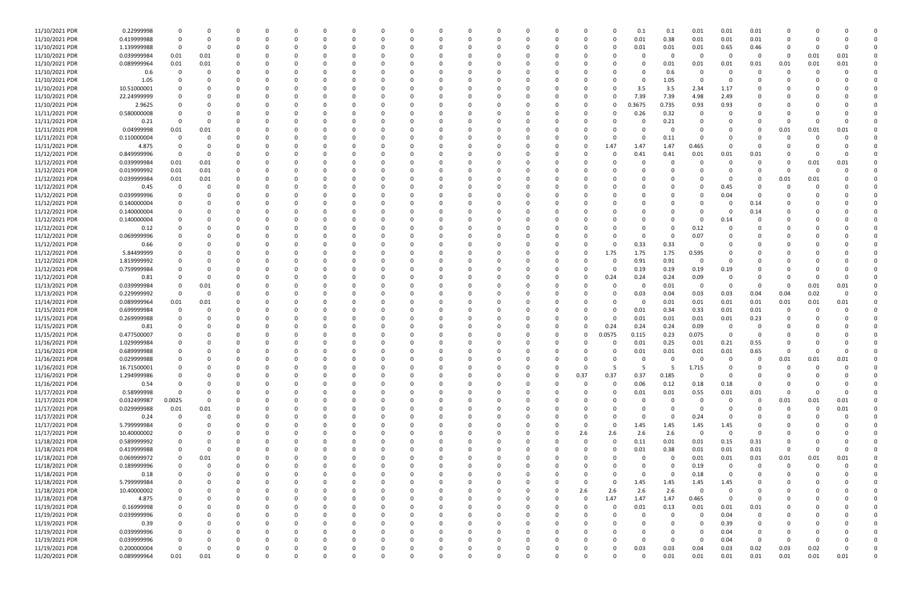| | | | | | | | | | | | | | | | | | | | | | | | | | | |
|---|---|---|---|---|---|---|---|---|---|---|---|---|---|---|---|---|---|---|---|---|---|---|---|---|---|---|
| 11/10/2021 PDR | 0.22999998 | 0 | 0 | 0 | 0 | 0 | 0 | 0 | 0 | 0 | 0 | 0 | 0 | 0 | 0 | 0 | 0 | 0.1 | 0.1 | 0.01 | 0.01 | 0.01 | 0 | 0 | 0 | 0 |
| 11/10/2021 PDR | 0.419999988 | 0 | 0 | 0 | 0 | 0 | 0 | 0 | 0 | 0 | 0 | 0 | 0 | 0 | 0 | 0 | 0 | 0.01 | 0.38 | 0.01 | 0.01 | 0.01 | 0 | 0 | 0 | 0 |
| 11/10/2021 PDR | 1.139999988 | 0 | 0 | 0 | 0 | 0 | 0 | 0 | 0 | 0 | 0 | 0 | 0 | 0 | 0 | 0 | 0 | 0.01 | 0.01 | 0.01 | 0.65 | 0.46 | 0 | 0 | 0 | 0 |
| 11/10/2021 PDR | 0.039999984 | 0.01 | 0.01 | 0 | 0 | 0 | 0 | 0 | 0 | 0 | 0 | 0 | 0 | 0 | 0 | 0 | 0 | 0 | 0 | 0 | 0 | 0 | 0 | 0.01 | 0.01 | 0 |
| 11/10/2021 PDR | 0.089999964 | 0.01 | 0.01 | 0 | 0 | 0 | 0 | 0 | 0 | 0 | 0 | 0 | 0 | 0 | 0 | 0 | 0 | 0 | 0.01 | 0.01 | 0.01 | 0.01 | 0.01 | 0.01 | 0.01 | 0 |
| 11/10/2021 PDR | 0.6 | 0 | 0 | 0 | 0 | 0 | 0 | 0 | 0 | 0 | 0 | 0 | 0 | 0 | 0 | 0 | 0 | 0 | 0.6 | 0 | 0 | 0 | 0 | 0 | 0 | 0 |
| 11/10/2021 PDR | 1.05 | 0 | 0 | 0 | 0 | 0 | 0 | 0 | 0 | 0 | 0 | 0 | 0 | 0 | 0 | 0 | 0 | 0 | 1.05 | 0 | 0 | 0 | 0 | 0 | 0 | 0 |
| 11/10/2021 PDR | 10.51000001 | 0 | 0 | 0 | 0 | 0 | 0 | 0 | 0 | 0 | 0 | 0 | 0 | 0 | 0 | 0 | 0 | 3.5 | 3.5 | 2.34 | 1.17 | 0 | 0 | 0 | 0 | 0 |
| 11/10/2021 PDR | 22.24999999 | 0 | 0 | 0 | 0 | 0 | 0 | 0 | 0 | 0 | 0 | 0 | 0 | 0 | 0 | 0 | 0 | 7.39 | 7.39 | 4.98 | 2.49 | 0 | 0 | 0 | 0 | 0 |
| 11/10/2021 PDR | 2.9625 | 0 | 0 | 0 | 0 | 0 | 0 | 0 | 0 | 0 | 0 | 0 | 0 | 0 | 0 | 0 | 0 | 0.3675 | 0.735 | 0.93 | 0.93 | 0 | 0 | 0 | 0 | 0 |
| 11/11/2021 PDR | 0.580000008 | 0 | 0 | 0 | 0 | 0 | 0 | 0 | 0 | 0 | 0 | 0 | 0 | 0 | 0 | 0 | 0 | 0.26 | 0.32 | 0 | 0 | 0 | 0 | 0 | 0 | 0 |
| 11/11/2021 PDR | 0.21 | 0 | 0 | 0 | 0 | 0 | 0 | 0 | 0 | 0 | 0 | 0 | 0 | 0 | 0 | 0 | 0 | 0 | 0.21 | 0 | 0 | 0 | 0 | 0 | 0 | 0 |
| 11/11/2021 PDR | 0.04999998 | 0.01 | 0.01 | 0 | 0 | 0 | 0 | 0 | 0 | 0 | 0 | 0 | 0 | 0 | 0 | 0 | 0 | 0 | 0 | 0 | 0 | 0 | 0.01 | 0.01 | 0.01 | 0 |
| 11/11/2021 PDR | 0.110000004 | 0 | 0 | 0 | 0 | 0 | 0 | 0 | 0 | 0 | 0 | 0 | 0 | 0 | 0 | 0 | 0 | 0 | 0.11 | 0 | 0 | 0 | 0 | 0 | 0 | 0 |
| 11/11/2021 PDR | 4.875 | 0 | 0 | 0 | 0 | 0 | 0 | 0 | 0 | 0 | 0 | 0 | 0 | 0 | 0 | 0 | 1.47 | 1.47 | 1.47 | 0.465 | 0 | 0 | 0 | 0 | 0 | 0 |
| 11/12/2021 PDR | 0.849999996 | 0 | 0 | 0 | 0 | 0 | 0 | 0 | 0 | 0 | 0 | 0 | 0 | 0 | 0 | 0 | 0 | 0.41 | 0.41 | 0.01 | 0.01 | 0.01 | 0 | 0 | 0 | 0 |
| 11/12/2021 PDR | 0.039999984 | 0.01 | 0.01 | 0 | 0 | 0 | 0 | 0 | 0 | 0 | 0 | 0 | 0 | 0 | 0 | 0 | 0 | 0 | 0 | 0 | 0 | 0 | 0 | 0.01 | 0.01 | 0 |
| 11/12/2021 PDR | 0.019999992 | 0.01 | 0.01 | 0 | 0 | 0 | 0 | 0 | 0 | 0 | 0 | 0 | 0 | 0 | 0 | 0 | 0 | 0 | 0 | 0 | 0 | 0 | 0 | 0 | 0 | 0 |
| 11/12/2021 PDR | 0.039999984 | 0.01 | 0.01 | 0 | 0 | 0 | 0 | 0 | 0 | 0 | 0 | 0 | 0 | 0 | 0 | 0 | 0 | 0 | 0 | 0 | 0 | 0 | 0.01 | 0.01 | 0 | 0 |
| 11/12/2021 PDR | 0.45 | 0 | 0 | 0 | 0 | 0 | 0 | 0 | 0 | 0 | 0 | 0 | 0 | 0 | 0 | 0 | 0 | 0 | 0 | 0 | 0.45 | 0 | 0 | 0 | 0 | 0 |
| 11/12/2021 PDR | 0.039999996 | 0 | 0 | 0 | 0 | 0 | 0 | 0 | 0 | 0 | 0 | 0 | 0 | 0 | 0 | 0 | 0 | 0 | 0 | 0 | 0.04 | 0 | 0 | 0 | 0 | 0 |
| 11/12/2021 PDR | 0.140000004 | 0 | 0 | 0 | 0 | 0 | 0 | 0 | 0 | 0 | 0 | 0 | 0 | 0 | 0 | 0 | 0 | 0 | 0 | 0 | 0 | 0.14 | 0 | 0 | 0 | 0 |
| 11/12/2021 PDR | 0.140000004 | 0 | 0 | 0 | 0 | 0 | 0 | 0 | 0 | 0 | 0 | 0 | 0 | 0 | 0 | 0 | 0 | 0 | 0 | 0 | 0 | 0.14 | 0 | 0 | 0 | 0 |
| 11/12/2021 PDR | 0.140000004 | 0 | 0 | 0 | 0 | 0 | 0 | 0 | 0 | 0 | 0 | 0 | 0 | 0 | 0 | 0 | 0 | 0 | 0 | 0 | 0.14 | 0 | 0 | 0 | 0 | 0 |
| 11/12/2021 PDR | 0.12 | 0 | 0 | 0 | 0 | 0 | 0 | 0 | 0 | 0 | 0 | 0 | 0 | 0 | 0 | 0 | 0 | 0 | 0 | 0.12 | 0 | 0 | 0 | 0 | 0 | 0 |
| 11/12/2021 PDR | 0.069999996 | 0 | 0 | 0 | 0 | 0 | 0 | 0 | 0 | 0 | 0 | 0 | 0 | 0 | 0 | 0 | 0 | 0 | 0 | 0.07 | 0 | 0 | 0 | 0 | 0 | 0 |
| 11/12/2021 PDR | 0.66 | 0 | 0 | 0 | 0 | 0 | 0 | 0 | 0 | 0 | 0 | 0 | 0 | 0 | 0 | 0 | 0 | 0.33 | 0.33 | 0 | 0 | 0 | 0 | 0 | 0 | 0 |
| 11/12/2021 PDR | 5.84499999 | 0 | 0 | 0 | 0 | 0 | 0 | 0 | 0 | 0 | 0 | 0 | 0 | 0 | 0 | 0 | 1.75 | 1.75 | 1.75 | 0.595 | 0 | 0 | 0 | 0 | 0 | 0 |
| 11/12/2021 PDR | 1.819999992 | 0 | 0 | 0 | 0 | 0 | 0 | 0 | 0 | 0 | 0 | 0 | 0 | 0 | 0 | 0 | 0 | 0.91 | 0.91 | 0 | 0 | 0 | 0 | 0 | 0 | 0 |
| 11/12/2021 PDR | 0.759999984 | 0 | 0 | 0 | 0 | 0 | 0 | 0 | 0 | 0 | 0 | 0 | 0 | 0 | 0 | 0 | 0 | 0.19 | 0.19 | 0.19 | 0.19 | 0 | 0 | 0 | 0 | 0 |
| 11/12/2021 PDR | 0.81 | 0 | 0 | 0 | 0 | 0 | 0 | 0 | 0 | 0 | 0 | 0 | 0 | 0 | 0 | 0 | 0.24 | 0.24 | 0.24 | 0.09 | 0 | 0 | 0 | 0 | 0 | 0 |
| 11/13/2021 PDR | 0.039999984 | 0 | 0.01 | 0 | 0 | 0 | 0 | 0 | 0 | 0 | 0 | 0 | 0 | 0 | 0 | 0 | 0 | 0 | 0.01 | 0 | 0 | 0 | 0 | 0.01 | 0.01 | 0 |
| 11/13/2021 PDR | 0.229999992 | 0 | 0 | 0 | 0 | 0 | 0 | 0 | 0 | 0 | 0 | 0 | 0 | 0 | 0 | 0 | 0 | 0.03 | 0.04 | 0.03 | 0.03 | 0.04 | 0.04 | 0.02 | 0 | 0 |
| 11/14/2021 PDR | 0.089999964 | 0.01 | 0.01 | 0 | 0 | 0 | 0 | 0 | 0 | 0 | 0 | 0 | 0 | 0 | 0 | 0 | 0 | 0 | 0.01 | 0.01 | 0.01 | 0.01 | 0.01 | 0.01 | 0.01 | 0 |
| 11/15/2021 PDR | 0.699999984 | 0 | 0 | 0 | 0 | 0 | 0 | 0 | 0 | 0 | 0 | 0 | 0 | 0 | 0 | 0 | 0 | 0.01 | 0.34 | 0.33 | 0.01 | 0.01 | 0 | 0 | 0 | 0 |
| 11/15/2021 PDR | 0.269999988 | 0 | 0 | 0 | 0 | 0 | 0 | 0 | 0 | 0 | 0 | 0 | 0 | 0 | 0 | 0 | 0 | 0.01 | 0.01 | 0.01 | 0.01 | 0.23 | 0 | 0 | 0 | 0 |
| 11/15/2021 PDR | 0.81 | 0 | 0 | 0 | 0 | 0 | 0 | 0 | 0 | 0 | 0 | 0 | 0 | 0 | 0 | 0 | 0.24 | 0.24 | 0.24 | 0.09 | 0 | 0 | 0 | 0 | 0 | 0 |
| 11/15/2021 PDR | 0.477500007 | 0 | 0 | 0 | 0 | 0 | 0 | 0 | 0 | 0 | 0 | 0 | 0 | 0 | 0 | 0 | 0.0575 | 0.115 | 0.23 | 0.075 | 0 | 0 | 0 | 0 | 0 | 0 |
| 11/16/2021 PDR | 1.029999984 | 0 | 0 | 0 | 0 | 0 | 0 | 0 | 0 | 0 | 0 | 0 | 0 | 0 | 0 | 0 | 0 | 0.01 | 0.25 | 0.01 | 0.21 | 0.55 | 0 | 0 | 0 | 0 |
| 11/16/2021 PDR | 0.689999988 | 0 | 0 | 0 | 0 | 0 | 0 | 0 | 0 | 0 | 0 | 0 | 0 | 0 | 0 | 0 | 0 | 0.01 | 0.01 | 0.01 | 0.01 | 0.65 | 0 | 0 | 0 | 0 |
| 11/16/2021 PDR | 0.029999988 | 0 | 0 | 0 | 0 | 0 | 0 | 0 | 0 | 0 | 0 | 0 | 0 | 0 | 0 | 0 | 0 | 0 | 0 | 0 | 0 | 0 | 0.01 | 0.01 | 0.01 | 0 |
| 11/16/2021 PDR | 16.71500001 | 0 | 0 | 0 | 0 | 0 | 0 | 0 | 0 | 0 | 0 | 0 | 0 | 0 | 0 | 0 | 5 | 5 | 5 | 1.715 | 0 | 0 | 0 | 0 | 0 | 0 |
| 11/16/2021 PDR | 1.294999986 | 0 | 0 | 0 | 0 | 0 | 0 | 0 | 0 | 0 | 0 | 0 | 0 | 0 | 0 | 0.37 | 0.37 | 0.185 | 0 | 0 | 0 | 0 | 0 | 0 | 0 | 0 |
| 11/16/2021 PDR | 0.54 | 0 | 0 | 0 | 0 | 0 | 0 | 0 | 0 | 0 | 0 | 0 | 0 | 0 | 0 | 0 | 0 | 0.06 | 0.12 | 0.18 | 0.18 | 0 | 0 | 0 | 0 | 0 |
| 11/17/2021 PDR | 0.58999998 | 0 | 0 | 0 | 0 | 0 | 0 | 0 | 0 | 0 | 0 | 0 | 0 | 0 | 0 | 0 | 0 | 0.01 | 0.01 | 0.55 | 0.01 | 0.01 | 0 | 0 | 0 | 0 |
| 11/17/2021 PDR | 0.032499987 | 0.0025 | 0 | 0 | 0 | 0 | 0 | 0 | 0 | 0 | 0 | 0 | 0 | 0 | 0 | 0 | 0 | 0 | 0 | 0 | 0 | 0 | 0.01 | 0.01 | 0.01 | 0 |
| 11/17/2021 PDR | 0.029999988 | 0.01 | 0.01 | 0 | 0 | 0 | 0 | 0 | 0 | 0 | 0 | 0 | 0 | 0 | 0 | 0 | 0 | 0 | 0 | 0 | 0 | 0 | 0 | 0 | 0.01 | 0 |
| 11/17/2021 PDR | 0.24 | 0 | 0 | 0 | 0 | 0 | 0 | 0 | 0 | 0 | 0 | 0 | 0 | 0 | 0 | 0 | 0 | 0 | 0 | 0.24 | 0 | 0 | 0 | 0 | 0 | 0 |
| 11/17/2021 PDR | 5.799999984 | 0 | 0 | 0 | 0 | 0 | 0 | 0 | 0 | 0 | 0 | 0 | 0 | 0 | 0 | 0 | 0 | 1.45 | 1.45 | 1.45 | 1.45 | 0 | 0 | 0 | 0 | 0 |
| 11/17/2021 PDR | 10.40000002 | 0 | 0 | 0 | 0 | 0 | 0 | 0 | 0 | 0 | 0 | 0 | 0 | 0 | 0 | 2.6 | 2.6 | 2.6 | 2.6 | 0 | 0 | 0 | 0 | 0 | 0 | 0 |
| 11/18/2021 PDR | 0.589999992 | 0 | 0 | 0 | 0 | 0 | 0 | 0 | 0 | 0 | 0 | 0 | 0 | 0 | 0 | 0 | 0 | 0.11 | 0.01 | 0.01 | 0.15 | 0.31 | 0 | 0 | 0 | 0 |
| 11/18/2021 PDR | 0.419999988 | 0 | 0 | 0 | 0 | 0 | 0 | 0 | 0 | 0 | 0 | 0 | 0 | 0 | 0 | 0 | 0 | 0.01 | 0.38 | 0.01 | 0.01 | 0.01 | 0 | 0 | 0 | 0 |
| 11/18/2021 PDR | 0.069999972 | 0 | 0.01 | 0 | 0 | 0 | 0 | 0 | 0 | 0 | 0 | 0 | 0 | 0 | 0 | 0 | 0 | 0 | 0 | 0.01 | 0.01 | 0.01 | 0.01 | 0.01 | 0.01 | 0 |
| 11/18/2021 PDR | 0.189999996 | 0 | 0 | 0 | 0 | 0 | 0 | 0 | 0 | 0 | 0 | 0 | 0 | 0 | 0 | 0 | 0 | 0 | 0 | 0.19 | 0 | 0 | 0 | 0 | 0 | 0 |
| 11/18/2021 PDR | 0.18 | 0 | 0 | 0 | 0 | 0 | 0 | 0 | 0 | 0 | 0 | 0 | 0 | 0 | 0 | 0 | 0 | 0 | 0 | 0.18 | 0 | 0 | 0 | 0 | 0 | 0 |
| 11/18/2021 PDR | 5.799999984 | 0 | 0 | 0 | 0 | 0 | 0 | 0 | 0 | 0 | 0 | 0 | 0 | 0 | 0 | 0 | 0 | 1.45 | 1.45 | 1.45 | 1.45 | 0 | 0 | 0 | 0 | 0 |
| 11/18/2021 PDR | 10.40000002 | 0 | 0 | 0 | 0 | 0 | 0 | 0 | 0 | 0 | 0 | 0 | 0 | 0 | 0 | 2.6 | 2.6 | 2.6 | 2.6 | 0 | 0 | 0 | 0 | 0 | 0 | 0 |
| 11/18/2021 PDR | 4.875 | 0 | 0 | 0 | 0 | 0 | 0 | 0 | 0 | 0 | 0 | 0 | 0 | 0 | 0 | 0 | 1.47 | 1.47 | 1.47 | 0.465 | 0 | 0 | 0 | 0 | 0 | 0 |
| 11/19/2021 PDR | 0.16999998 | 0 | 0 | 0 | 0 | 0 | 0 | 0 | 0 | 0 | 0 | 0 | 0 | 0 | 0 | 0 | 0 | 0.01 | 0.13 | 0.01 | 0.01 | 0.01 | 0 | 0 | 0 | 0 |
| 11/19/2021 PDR | 0.039999996 | 0 | 0 | 0 | 0 | 0 | 0 | 0 | 0 | 0 | 0 | 0 | 0 | 0 | 0 | 0 | 0 | 0 | 0 | 0 | 0.04 | 0 | 0 | 0 | 0 | 0 |
| 11/19/2021 PDR | 0.39 | 0 | 0 | 0 | 0 | 0 | 0 | 0 | 0 | 0 | 0 | 0 | 0 | 0 | 0 | 0 | 0 | 0 | 0 | 0 | 0.39 | 0 | 0 | 0 | 0 | 0 |
| 11/19/2021 PDR | 0.039999996 | 0 | 0 | 0 | 0 | 0 | 0 | 0 | 0 | 0 | 0 | 0 | 0 | 0 | 0 | 0 | 0 | 0 | 0 | 0 | 0.04 | 0 | 0 | 0 | 0 | 0 |
| 11/19/2021 PDR | 0.039999996 | 0 | 0 | 0 | 0 | 0 | 0 | 0 | 0 | 0 | 0 | 0 | 0 | 0 | 0 | 0 | 0 | 0 | 0 | 0 | 0.04 | 0 | 0 | 0 | 0 | 0 |
| 11/19/2021 PDR | 0.200000004 | 0 | 0 | 0 | 0 | 0 | 0 | 0 | 0 | 0 | 0 | 0 | 0 | 0 | 0 | 0 | 0 | 0.03 | 0.03 | 0.04 | 0.03 | 0.02 | 0.03 | 0.02 | 0 | 0 |
| 11/20/2021 PDR | 0.089999964 | 0.01 | 0.01 | 0 | 0 | 0 | 0 | 0 | 0 | 0 | 0 | 0 | 0 | 0 | 0 | 0 | 0 | 0 | 0.01 | 0.01 | 0.01 | 0.01 | 0.01 | 0.01 | 0.01 | 0 |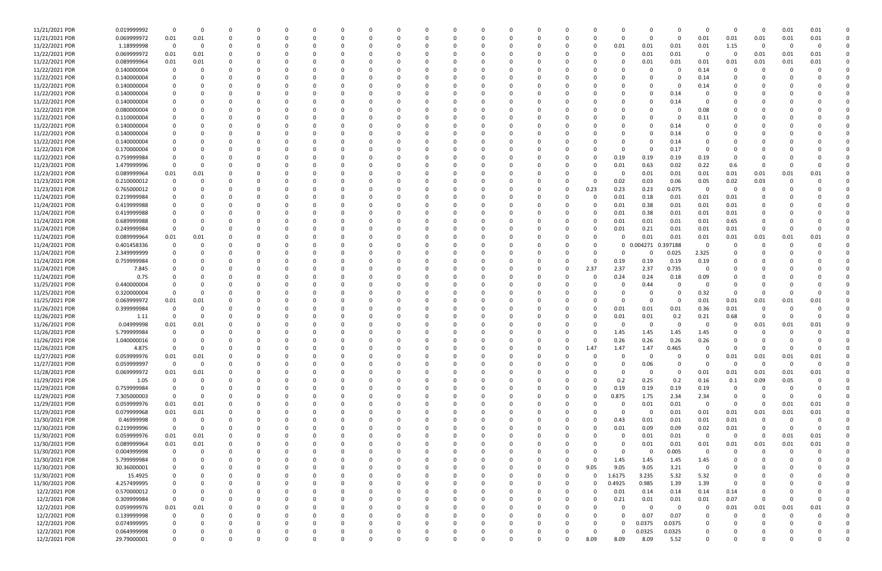| | | | | | | | | | | | | | | | | | | | | | | | | | | | | | |
|---|---|---|---|---|---|---|---|---|---|---|---|---|---|---|---|---|---|---|---|---|---|---|---|---|---|---|---|---|---|
| 11/21/2021 PDR | 0.019999992 | 0 | 0 | 0 | 0 | 0 | 0 | 0 | 0 | 0 | 0 | 0 | 0 | 0 | 0 | 0 | 0 | 0 | 0 | 0 | 0 | 0 | 0 | 0 | 0 | 0 | 0.01 | 0.01 | 0 |
| 11/21/2021 PDR | 0.069999972 | 0.01 | 0.01 | 0 | 0 | 0 | 0 | 0 | 0 | 0 | 0 | 0 | 0 | 0 | 0 | 0 | 0 | 0 | 0 | 0 | 0 | 0 | 0 | 0.01 | 0.01 | 0.01 | 0.01 | 0.01 | 0 |
| 11/22/2021 PDR | 1.18999998 | 0 | 0 | 0 | 0 | 0 | 0 | 0 | 0 | 0 | 0 | 0 | 0 | 0 | 0 | 0 | 0 | 0 | 0 | 0 | 0.01 | 0.01 | 0.01 | 0.01 | 1.15 | 0 | 0 | 0 | 0 |
| 11/22/2021 PDR | 0.069999972 | 0.01 | 0.01 | 0 | 0 | 0 | 0 | 0 | 0 | 0 | 0 | 0 | 0 | 0 | 0 | 0 | 0 | 0 | 0 | 0 | 0 | 0.01 | 0.01 | 0 | 0 | 0.01 | 0.01 | 0.01 | 0 |
| 11/22/2021 PDR | 0.089999964 | 0.01 | 0.01 | 0 | 0 | 0 | 0 | 0 | 0 | 0 | 0 | 0 | 0 | 0 | 0 | 0 | 0 | 0 | 0 | 0 | 0 | 0.01 | 0.01 | 0.01 | 0.01 | 0.01 | 0.01 | 0.01 | 0 |
| 11/22/2021 PDR | 0.140000004 | 0 | 0 | 0 | 0 | 0 | 0 | 0 | 0 | 0 | 0 | 0 | 0 | 0 | 0 | 0 | 0 | 0 | 0 | 0 | 0 | 0 | 0 | 0.14 | 0 | 0 | 0 | 0 | 0 |
| 11/22/2021 PDR | 0.140000004 | 0 | 0 | 0 | 0 | 0 | 0 | 0 | 0 | 0 | 0 | 0 | 0 | 0 | 0 | 0 | 0 | 0 | 0 | 0 | 0 | 0 | 0 | 0.14 | 0 | 0 | 0 | 0 | 0 |
| 11/22/2021 PDR | 0.140000004 | 0 | 0 | 0 | 0 | 0 | 0 | 0 | 0 | 0 | 0 | 0 | 0 | 0 | 0 | 0 | 0 | 0 | 0 | 0 | 0 | 0 | 0 | 0.14 | 0 | 0 | 0 | 0 | 0 |
| 11/22/2021 PDR | 0.140000004 | 0 | 0 | 0 | 0 | 0 | 0 | 0 | 0 | 0 | 0 | 0 | 0 | 0 | 0 | 0 | 0 | 0 | 0 | 0 | 0 | 0 | 0.14 | 0 | 0 | 0 | 0 | 0 | 0 |
| 11/22/2021 PDR | 0.140000004 | 0 | 0 | 0 | 0 | 0 | 0 | 0 | 0 | 0 | 0 | 0 | 0 | 0 | 0 | 0 | 0 | 0 | 0 | 0 | 0 | 0 | 0.14 | 0 | 0 | 0 | 0 | 0 | 0 |
| 11/22/2021 PDR | 0.080000004 | 0 | 0 | 0 | 0 | 0 | 0 | 0 | 0 | 0 | 0 | 0 | 0 | 0 | 0 | 0 | 0 | 0 | 0 | 0 | 0 | 0 | 0 | 0.08 | 0 | 0 | 0 | 0 | 0 |
| 11/22/2021 PDR | 0.110000004 | 0 | 0 | 0 | 0 | 0 | 0 | 0 | 0 | 0 | 0 | 0 | 0 | 0 | 0 | 0 | 0 | 0 | 0 | 0 | 0 | 0 | 0 | 0.11 | 0 | 0 | 0 | 0 | 0 |
| 11/22/2021 PDR | 0.140000004 | 0 | 0 | 0 | 0 | 0 | 0 | 0 | 0 | 0 | 0 | 0 | 0 | 0 | 0 | 0 | 0 | 0 | 0 | 0 | 0 | 0 | 0.14 | 0 | 0 | 0 | 0 | 0 | 0 |
| 11/22/2021 PDR | 0.140000004 | 0 | 0 | 0 | 0 | 0 | 0 | 0 | 0 | 0 | 0 | 0 | 0 | 0 | 0 | 0 | 0 | 0 | 0 | 0 | 0 | 0 | 0.14 | 0 | 0 | 0 | 0 | 0 | 0 |
| 11/22/2021 PDR | 0.140000004 | 0 | 0 | 0 | 0 | 0 | 0 | 0 | 0 | 0 | 0 | 0 | 0 | 0 | 0 | 0 | 0 | 0 | 0 | 0 | 0 | 0 | 0.14 | 0 | 0 | 0 | 0 | 0 | 0 |
| 11/22/2021 PDR | 0.170000004 | 0 | 0 | 0 | 0 | 0 | 0 | 0 | 0 | 0 | 0 | 0 | 0 | 0 | 0 | 0 | 0 | 0 | 0 | 0 | 0 | 0 | 0.17 | 0 | 0 | 0 | 0 | 0 | 0 |
| 11/22/2021 PDR | 0.759999984 | 0 | 0 | 0 | 0 | 0 | 0 | 0 | 0 | 0 | 0 | 0 | 0 | 0 | 0 | 0 | 0 | 0 | 0 | 0 | 0.19 | 0.19 | 0.19 | 0.19 | 0 | 0 | 0 | 0 | 0 |
| 11/23/2021 PDR | 1.479999996 | 0 | 0 | 0 | 0 | 0 | 0 | 0 | 0 | 0 | 0 | 0 | 0 | 0 | 0 | 0 | 0 | 0 | 0 | 0 | 0.01 | 0.63 | 0.02 | 0.22 | 0.6 | 0 | 0 | 0 | 0 |
| 11/23/2021 PDR | 0.089999964 | 0.01 | 0.01 | 0 | 0 | 0 | 0 | 0 | 0 | 0 | 0 | 0 | 0 | 0 | 0 | 0 | 0 | 0 | 0 | 0 | 0 | 0.01 | 0.01 | 0.01 | 0.01 | 0.01 | 0.01 | 0.01 | 0 |
| 11/23/2021 PDR | 0.210000012 | 0 | 0 | 0 | 0 | 0 | 0 | 0 | 0 | 0 | 0 | 0 | 0 | 0 | 0 | 0 | 0 | 0 | 0 | 0 | 0.02 | 0.03 | 0.06 | 0.05 | 0.02 | 0.03 | 0 | 0 | 0 |
| 11/23/2021 PDR | 0.765000012 | 0 | 0 | 0 | 0 | 0 | 0 | 0 | 0 | 0 | 0 | 0 | 0 | 0 | 0 | 0 | 0 | 0 | 0 | 0.23 | 0.23 | 0.23 | 0.075 | 0 | 0 | 0 | 0 | 0 | 0 |
| 11/24/2021 PDR | 0.219999984 | 0 | 0 | 0 | 0 | 0 | 0 | 0 | 0 | 0 | 0 | 0 | 0 | 0 | 0 | 0 | 0 | 0 | 0 | 0 | 0.01 | 0.18 | 0.01 | 0.01 | 0.01 | 0 | 0 | 0 | 0 |
| 11/24/2021 PDR | 0.419999988 | 0 | 0 | 0 | 0 | 0 | 0 | 0 | 0 | 0 | 0 | 0 | 0 | 0 | 0 | 0 | 0 | 0 | 0 | 0 | 0.01 | 0.38 | 0.01 | 0.01 | 0.01 | 0 | 0 | 0 | 0 |
| 11/24/2021 PDR | 0.419999988 | 0 | 0 | 0 | 0 | 0 | 0 | 0 | 0 | 0 | 0 | 0 | 0 | 0 | 0 | 0 | 0 | 0 | 0 | 0 | 0.01 | 0.38 | 0.01 | 0.01 | 0.01 | 0 | 0 | 0 | 0 |
| 11/24/2021 PDR | 0.689999988 | 0 | 0 | 0 | 0 | 0 | 0 | 0 | 0 | 0 | 0 | 0 | 0 | 0 | 0 | 0 | 0 | 0 | 0 | 0 | 0.01 | 0.01 | 0.01 | 0.01 | 0.65 | 0 | 0 | 0 | 0 |
| 11/24/2021 PDR | 0.249999984 | 0 | 0 | 0 | 0 | 0 | 0 | 0 | 0 | 0 | 0 | 0 | 0 | 0 | 0 | 0 | 0 | 0 | 0 | 0 | 0.01 | 0.21 | 0.01 | 0.01 | 0.01 | 0 | 0 | 0 | 0 |
| 11/24/2021 PDR | 0.089999964 | 0.01 | 0.01 | 0 | 0 | 0 | 0 | 0 | 0 | 0 | 0 | 0 | 0 | 0 | 0 | 0 | 0 | 0 | 0 | 0 | 0 | 0.01 | 0.01 | 0.01 | 0.01 | 0.01 | 0.01 | 0.01 | 0 |
| 11/24/2021 PDR | 0.401458336 | 0 | 0 | 0 | 0 | 0 | 0 | 0 | 0 | 0 | 0 | 0 | 0 | 0 | 0 | 0 | 0 | 0 | 0 | 0 | 0 | 0.004271 | 0.397188 | 0 | 0 | 0 | 0 | 0 | 0 |
| 11/24/2021 PDR | 2.349999999 | 0 | 0 | 0 | 0 | 0 | 0 | 0 | 0 | 0 | 0 | 0 | 0 | 0 | 0 | 0 | 0 | 0 | 0 | 0 | 0 | 0 | 0.025 | 2.325 | 0 | 0 | 0 | 0 | 0 |
| 11/24/2021 PDR | 0.759999984 | 0 | 0 | 0 | 0 | 0 | 0 | 0 | 0 | 0 | 0 | 0 | 0 | 0 | 0 | 0 | 0 | 0 | 0 | 0 | 0.19 | 0.19 | 0.19 | 0.19 | 0 | 0 | 0 | 0 | 0 |
| 11/24/2021 PDR | 7.845 | 0 | 0 | 0 | 0 | 0 | 0 | 0 | 0 | 0 | 0 | 0 | 0 | 0 | 0 | 0 | 0 | 0 | 0 | 2.37 | 2.37 | 2.37 | 0.735 | 0 | 0 | 0 | 0 | 0 | 0 |
| 11/24/2021 PDR | 0.75 | 0 | 0 | 0 | 0 | 0 | 0 | 0 | 0 | 0 | 0 | 0 | 0 | 0 | 0 | 0 | 0 | 0 | 0 | 0 | 0.24 | 0.24 | 0.18 | 0.09 | 0 | 0 | 0 | 0 | 0 |
| 11/25/2021 PDR | 0.440000004 | 0 | 0 | 0 | 0 | 0 | 0 | 0 | 0 | 0 | 0 | 0 | 0 | 0 | 0 | 0 | 0 | 0 | 0 | 0 | 0 | 0.44 | 0 | 0 | 0 | 0 | 0 | 0 | 0 |
| 11/25/2021 PDR | 0.320000004 | 0 | 0 | 0 | 0 | 0 | 0 | 0 | 0 | 0 | 0 | 0 | 0 | 0 | 0 | 0 | 0 | 0 | 0 | 0 | 0 | 0 | 0 | 0.32 | 0 | 0 | 0 | 0 | 0 |
| 11/25/2021 PDR | 0.069999972 | 0.01 | 0.01 | 0 | 0 | 0 | 0 | 0 | 0 | 0 | 0 | 0 | 0 | 0 | 0 | 0 | 0 | 0 | 0 | 0 | 0 | 0 | 0 | 0.01 | 0.01 | 0.01 | 0.01 | 0.01 | 0 |
| 11/26/2021 PDR | 0.399999984 | 0 | 0 | 0 | 0 | 0 | 0 | 0 | 0 | 0 | 0 | 0 | 0 | 0 | 0 | 0 | 0 | 0 | 0 | 0 | 0.01 | 0.01 | 0.01 | 0.36 | 0.01 | 0 | 0 | 0 | 0 |
| 11/26/2021 PDR | 1.11 | 0 | 0 | 0 | 0 | 0 | 0 | 0 | 0 | 0 | 0 | 0 | 0 | 0 | 0 | 0 | 0 | 0 | 0 | 0 | 0.01 | 0.01 | 0.2 | 0.21 | 0.68 | 0 | 0 | 0 | 0 |
| 11/26/2021 PDR | 0.04999998 | 0.01 | 0.01 | 0 | 0 | 0 | 0 | 0 | 0 | 0 | 0 | 0 | 0 | 0 | 0 | 0 | 0 | 0 | 0 | 0 | 0 | 0 | 0 | 0 | 0 | 0.01 | 0.01 | 0.01 | 0 |
| 11/26/2021 PDR | 5.799999984 | 0 | 0 | 0 | 0 | 0 | 0 | 0 | 0 | 0 | 0 | 0 | 0 | 0 | 0 | 0 | 0 | 0 | 0 | 0 | 1.45 | 1.45 | 1.45 | 1.45 | 0 | 0 | 0 | 0 | 0 |
| 11/26/2021 PDR | 1.040000016 | 0 | 0 | 0 | 0 | 0 | 0 | 0 | 0 | 0 | 0 | 0 | 0 | 0 | 0 | 0 | 0 | 0 | 0 | 0 | 0.26 | 0.26 | 0.26 | 0.26 | 0 | 0 | 0 | 0 | 0 |
| 11/26/2021 PDR | 4.875 | 0 | 0 | 0 | 0 | 0 | 0 | 0 | 0 | 0 | 0 | 0 | 0 | 0 | 0 | 0 | 0 | 0 | 0 | 1.47 | 1.47 | 1.47 | 0.465 | 0 | 0 | 0 | 0 | 0 | 0 |
| 11/27/2021 PDR | 0.059999976 | 0.01 | 0.01 | 0 | 0 | 0 | 0 | 0 | 0 | 0 | 0 | 0 | 0 | 0 | 0 | 0 | 0 | 0 | 0 | 0 | 0 | 0 | 0 | 0 | 0.01 | 0.01 | 0.01 | 0.01 | 0 |
| 11/27/2021 PDR | 0.059999997 | 0 | 0 | 0 | 0 | 0 | 0 | 0 | 0 | 0 | 0 | 0 | 0 | 0 | 0 | 0 | 0 | 0 | 0 | 0 | 0 | 0.06 | 0 | 0 | 0 | 0 | 0 | 0 | 0 |
| 11/28/2021 PDR | 0.069999972 | 0.01 | 0.01 | 0 | 0 | 0 | 0 | 0 | 0 | 0 | 0 | 0 | 0 | 0 | 0 | 0 | 0 | 0 | 0 | 0 | 0 | 0 | 0 | 0.01 | 0.01 | 0.01 | 0.01 | 0.01 | 0 |
| 11/29/2021 PDR | 1.05 | 0 | 0 | 0 | 0 | 0 | 0 | 0 | 0 | 0 | 0 | 0 | 0 | 0 | 0 | 0 | 0 | 0 | 0 | 0 | 0.2 | 0.25 | 0.2 | 0.16 | 0.1 | 0.09 | 0.05 | 0 | 0 |
| 11/29/2021 PDR | 0.759999984 | 0 | 0 | 0 | 0 | 0 | 0 | 0 | 0 | 0 | 0 | 0 | 0 | 0 | 0 | 0 | 0 | 0 | 0 | 0 | 0.19 | 0.19 | 0.19 | 0.19 | 0 | 0 | 0 | 0 | 0 |
| 11/29/2021 PDR | 7.305000003 | 0 | 0 | 0 | 0 | 0 | 0 | 0 | 0 | 0 | 0 | 0 | 0 | 0 | 0 | 0 | 0 | 0 | 0 | 0 | 0.875 | 1.75 | 2.34 | 2.34 | 0 | 0 | 0 | 0 | 0 |
| 11/29/2021 PDR | 0.059999976 | 0.01 | 0.01 | 0 | 0 | 0 | 0 | 0 | 0 | 0 | 0 | 0 | 0 | 0 | 0 | 0 | 0 | 0 | 0 | 0 | 0 | 0.01 | 0.01 | 0 | 0 | 0 | 0.01 | 0.01 | 0 |
| 11/29/2021 PDR | 0.079999968 | 0.01 | 0.01 | 0 | 0 | 0 | 0 | 0 | 0 | 0 | 0 | 0 | 0 | 0 | 0 | 0 | 0 | 0 | 0 | 0 | 0 | 0 | 0.01 | 0.01 | 0.01 | 0.01 | 0.01 | 0.01 | 0 |
| 11/30/2021 PDR | 0.46999998 | 0 | 0 | 0 | 0 | 0 | 0 | 0 | 0 | 0 | 0 | 0 | 0 | 0 | 0 | 0 | 0 | 0 | 0 | 0 | 0.43 | 0.01 | 0.01 | 0.01 | 0.01 | 0 | 0 | 0 | 0 |
| 11/30/2021 PDR | 0.219999996 | 0 | 0 | 0 | 0 | 0 | 0 | 0 | 0 | 0 | 0 | 0 | 0 | 0 | 0 | 0 | 0 | 0 | 0 | 0 | 0.01 | 0.09 | 0.09 | 0.02 | 0.01 | 0 | 0 | 0 | 0 |
| 11/30/2021 PDR | 0.059999976 | 0.01 | 0.01 | 0 | 0 | 0 | 0 | 0 | 0 | 0 | 0 | 0 | 0 | 0 | 0 | 0 | 0 | 0 | 0 | 0 | 0 | 0.01 | 0.01 | 0 | 0 | 0 | 0.01 | 0.01 | 0 |
| 11/30/2021 PDR | 0.089999964 | 0.01 | 0.01 | 0 | 0 | 0 | 0 | 0 | 0 | 0 | 0 | 0 | 0 | 0 | 0 | 0 | 0 | 0 | 0 | 0 | 0 | 0.01 | 0.01 | 0.01 | 0.01 | 0.01 | 0.01 | 0.01 | 0 |
| 11/30/2021 PDR | 0.004999998 | 0 | 0 | 0 | 0 | 0 | 0 | 0 | 0 | 0 | 0 | 0 | 0 | 0 | 0 | 0 | 0 | 0 | 0 | 0 | 0 | 0 | 0.005 | 0 | 0 | 0 | 0 | 0 | 0 |
| 11/30/2021 PDR | 5.799999984 | 0 | 0 | 0 | 0 | 0 | 0 | 0 | 0 | 0 | 0 | 0 | 0 | 0 | 0 | 0 | 0 | 0 | 0 | 0 | 1.45 | 1.45 | 1.45 | 1.45 | 0 | 0 | 0 | 0 | 0 |
| 11/30/2021 PDR | 30.36000001 | 0 | 0 | 0 | 0 | 0 | 0 | 0 | 0 | 0 | 0 | 0 | 0 | 0 | 0 | 0 | 0 | 0 | 0 | 9.05 | 9.05 | 9.05 | 3.21 | 0 | 0 | 0 | 0 | 0 | 0 |
| 11/30/2021 PDR | 15.4925 | 0 | 0 | 0 | 0 | 0 | 0 | 0 | 0 | 0 | 0 | 0 | 0 | 0 | 0 | 0 | 0 | 0 | 0 | 0 | 1.6175 | 3.235 | 5.32 | 5.32 | 0 | 0 | 0 | 0 | 0 |
| 11/30/2021 PDR | 4.257499995 | 0 | 0 | 0 | 0 | 0 | 0 | 0 | 0 | 0 | 0 | 0 | 0 | 0 | 0 | 0 | 0 | 0 | 0 | 0 | 0.4925 | 0.985 | 1.39 | 1.39 | 0 | 0 | 0 | 0 | 0 |
| 12/2/2021 PDR | 0.570000012 | 0 | 0 | 0 | 0 | 0 | 0 | 0 | 0 | 0 | 0 | 0 | 0 | 0 | 0 | 0 | 0 | 0 | 0 | 0 | 0.01 | 0.14 | 0.14 | 0.14 | 0.14 | 0 | 0 | 0 | 0 |
| 12/2/2021 PDR | 0.309999984 | 0 | 0 | 0 | 0 | 0 | 0 | 0 | 0 | 0 | 0 | 0 | 0 | 0 | 0 | 0 | 0 | 0 | 0 | 0 | 0.21 | 0.01 | 0.01 | 0.01 | 0.07 | 0 | 0 | 0 | 0 |
| 12/2/2021 PDR | 0.059999976 | 0.01 | 0.01 | 0 | 0 | 0 | 0 | 0 | 0 | 0 | 0 | 0 | 0 | 0 | 0 | 0 | 0 | 0 | 0 | 0 | 0 | 0 | 0 | 0 | 0.01 | 0.01 | 0.01 | 0.01 | 0 |
| 12/2/2021 PDR | 0.139999998 | 0 | 0 | 0 | 0 | 0 | 0 | 0 | 0 | 0 | 0 | 0 | 0 | 0 | 0 | 0 | 0 | 0 | 0 | 0 | 0 | 0.07 | 0.07 | 0 | 0 | 0 | 0 | 0 | 0 |
| 12/2/2021 PDR | 0.074999995 | 0 | 0 | 0 | 0 | 0 | 0 | 0 | 0 | 0 | 0 | 0 | 0 | 0 | 0 | 0 | 0 | 0 | 0 | 0 | 0 | 0.0375 | 0.0375 | 0 | 0 | 0 | 0 | 0 | 0 |
| 12/2/2021 PDR | 0.064999998 | 0 | 0 | 0 | 0 | 0 | 0 | 0 | 0 | 0 | 0 | 0 | 0 | 0 | 0 | 0 | 0 | 0 | 0 | 0 | 0 | 0.0325 | 0.0325 | 0 | 0 | 0 | 0 | 0 | 0 |
| 12/2/2021 PDR | 29.79000001 | 0 | 0 | 0 | 0 | 0 | 0 | 0 | 0 | 0 | 0 | 0 | 0 | 0 | 0 | 0 | 0 | 0 | 0 | 8.09 | 8.09 | 8.09 | 5.52 | 0 | 0 | 0 | 0 | 0 | 0 |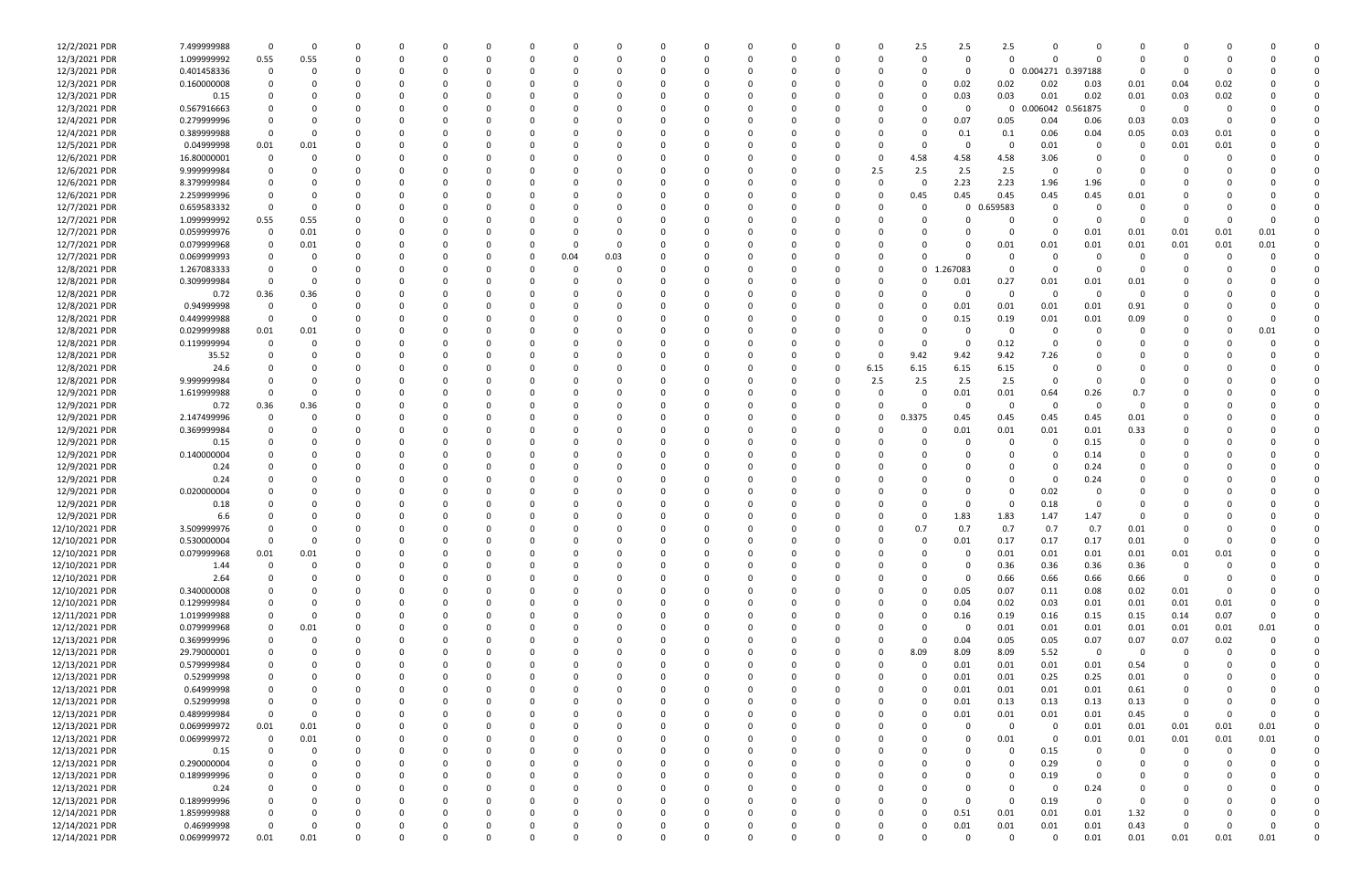| | | | | | | | | | | | | | | | | | | | | | | | | |
|---|---|---|---|---|---|---|---|---|---|---|---|---|---|---|---|---|---|---|---|---|---|---|---|---|
| 12/2/2021 PDR | 7.499999988 | 0 | 0 | 0 | 0 | 0 | 0 | 0 | 0 | 0 | 0 | 0 | 0 | 0 | 0 | 2.5 | 2.5 | 2.5 | 0 | 0 | 0 | 0 | 0 | 0 | 0 |
| 12/3/2021 PDR | 1.099999992 | 0.55 | 0.55 | 0 | 0 | 0 | 0 | 0 | 0 | 0 | 0 | 0 | 0 | 0 | 0 | 0 | 0 | 0 | 0 | 0 | 0 | 0 | 0 | 0 | 0 |
| 12/3/2021 PDR | 0.401458336 | 0 | 0 | 0 | 0 | 0 | 0 | 0 | 0 | 0 | 0 | 0 | 0 | 0 | 0 | 0 | 0 | 0.004271 | 0.397188 | 0 | 0 | 0 | 0 | 0 | 0 |
| 12/3/2021 PDR | 0.160000008 | 0 | 0 | 0 | 0 | 0 | 0 | 0 | 0 | 0 | 0 | 0 | 0 | 0 | 0 | 0.02 | 0.02 | 0.02 | 0.03 | 0.01 | 0.04 | 0.02 | 0 | 0 | 0 |
| 12/3/2021 PDR | 0.15 | 0 | 0 | 0 | 0 | 0 | 0 | 0 | 0 | 0 | 0 | 0 | 0 | 0 | 0 | 0.03 | 0.03 | 0.01 | 0.02 | 0.01 | 0.03 | 0.02 | 0 | 0 | 0 |
| 12/3/2021 PDR | 0.567916663 | 0 | 0 | 0 | 0 | 0 | 0 | 0 | 0 | 0 | 0 | 0 | 0 | 0 | 0 | 0 | 0 | 0.006042 | 0.561875 | 0 | 0 | 0 | 0 | 0 | 0 |
| 12/4/2021 PDR | 0.279999996 | 0 | 0 | 0 | 0 | 0 | 0 | 0 | 0 | 0 | 0 | 0 | 0 | 0 | 0 | 0.07 | 0.05 | 0.04 | 0.06 | 0.03 | 0.03 | 0 | 0 | 0 | 0 |
| 12/4/2021 PDR | 0.389999988 | 0 | 0 | 0 | 0 | 0 | 0 | 0 | 0 | 0 | 0 | 0 | 0 | 0 | 0 | 0.1 | 0.1 | 0.06 | 0.04 | 0.05 | 0.03 | 0.01 | 0 | 0 | 0 |
| 12/5/2021 PDR | 0.04999998 | 0.01 | 0.01 | 0 | 0 | 0 | 0 | 0 | 0 | 0 | 0 | 0 | 0 | 0 | 0 | 0 | 0 | 0.01 | 0 | 0.01 | 0.01 | 0 | 0 | 0 | 0 |
| 12/6/2021 PDR | 16.80000001 | 0 | 0 | 0 | 0 | 0 | 0 | 0 | 0 | 0 | 0 | 0 | 0 | 0 | 0 | 4.58 | 4.58 | 4.58 | 3.06 | 0 | 0 | 0 | 0 | 0 | 0 |
| 12/6/2021 PDR | 9.999999984 | 0 | 0 | 0 | 0 | 0 | 0 | 0 | 0 | 0 | 0 | 0 | 0 | 0 | 2.5 | 2.5 | 2.5 | 2.5 | 0 | 0 | 0 | 0 | 0 | 0 | 0 |
| 12/6/2021 PDR | 8.379999984 | 0 | 0 | 0 | 0 | 0 | 0 | 0 | 0 | 0 | 0 | 0 | 0 | 0 | 0 | 0 | 2.23 | 2.23 | 1.96 | 1.96 | 0 | 0 | 0 | 0 | 0 |
| 12/6/2021 PDR | 2.259999996 | 0 | 0 | 0 | 0 | 0 | 0 | 0 | 0 | 0 | 0 | 0 | 0 | 0 | 0 | 0.45 | 0.45 | 0.45 | 0.45 | 0.45 | 0.01 | 0 | 0 | 0 | 0 |
| 12/7/2021 PDR | 0.659583332 | 0 | 0 | 0 | 0 | 0 | 0 | 0 | 0 | 0 | 0 | 0 | 0 | 0 | 0 | 0 | 0.659583 | 0 | 0 | 0 | 0 | 0 | 0 | 0 | 0 |
| 12/7/2021 PDR | 1.099999992 | 0.55 | 0.55 | 0 | 0 | 0 | 0 | 0 | 0 | 0 | 0 | 0 | 0 | 0 | 0 | 0 | 0 | 0 | 0 | 0 | 0 | 0 | 0 | 0 | 0 |
| 12/7/2021 PDR | 0.059999976 | 0 | 0.01 | 0 | 0 | 0 | 0 | 0 | 0 | 0 | 0 | 0 | 0 | 0 | 0 | 0 | 0 | 0 | 0 | 0.01 | 0.01 | 0.01 | 0.01 | 0.01 | 0 |
| 12/7/2021 PDR | 0.079999968 | 0 | 0.01 | 0 | 0 | 0 | 0 | 0 | 0 | 0 | 0 | 0 | 0 | 0 | 0 | 0 | 0 | 0.01 | 0.01 | 0.01 | 0.01 | 0.01 | 0.01 | 0.01 | 0 |
| 12/7/2021 PDR | 0.069999993 | 0 | 0 | 0 | 0 | 0 | 0 | 0 | 0.04 | 0.03 | 0 | 0 | 0 | 0 | 0 | 0 | 0 | 0 | 0 | 0 | 0 | 0 | 0 | 0 | 0 |
| 12/8/2021 PDR | 1.267083333 | 0 | 0 | 0 | 0 | 0 | 0 | 0 | 0 | 0 | 0 | 0 | 0 | 0 | 0 | 1.267083 | 0 | 0 | 0 | 0 | 0 | 0 | 0 | 0 | 0 |
| 12/8/2021 PDR | 0.309999984 | 0 | 0 | 0 | 0 | 0 | 0 | 0 | 0 | 0 | 0 | 0 | 0 | 0 | 0 | 0.01 | 0.27 | 0.01 | 0.01 | 0.01 | 0 | 0 | 0 | 0 | 0 |
| 12/8/2021 PDR | 0.72 | 0.36 | 0.36 | 0 | 0 | 0 | 0 | 0 | 0 | 0 | 0 | 0 | 0 | 0 | 0 | 0 | 0 | 0 | 0 | 0 | 0 | 0 | 0 | 0 | 0 |
| 12/8/2021 PDR | 0.94999998 | 0 | 0 | 0 | 0 | 0 | 0 | 0 | 0 | 0 | 0 | 0 | 0 | 0 | 0 | 0.01 | 0.01 | 0.01 | 0.01 | 0.91 | 0 | 0 | 0 | 0 | 0 |
| 12/8/2021 PDR | 0.449999988 | 0 | 0 | 0 | 0 | 0 | 0 | 0 | 0 | 0 | 0 | 0 | 0 | 0 | 0 | 0.15 | 0.19 | 0.01 | 0.01 | 0.09 | 0 | 0 | 0 | 0 | 0 |
| 12/8/2021 PDR | 0.029999988 | 0.01 | 0.01 | 0 | 0 | 0 | 0 | 0 | 0 | 0 | 0 | 0 | 0 | 0 | 0 | 0 | 0 | 0 | 0 | 0 | 0 | 0 | 0 | 0.01 | 0 |
| 12/8/2021 PDR | 0.119999994 | 0 | 0 | 0 | 0 | 0 | 0 | 0 | 0 | 0 | 0 | 0 | 0 | 0 | 0 | 0 | 0.12 | 0 | 0 | 0 | 0 | 0 | 0 | 0 | 0 |
| 12/8/2021 PDR | 35.52 | 0 | 0 | 0 | 0 | 0 | 0 | 0 | 0 | 0 | 0 | 0 | 0 | 0 | 0 | 9.42 | 9.42 | 9.42 | 7.26 | 0 | 0 | 0 | 0 | 0 | 0 |
| 12/8/2021 PDR | 24.6 | 0 | 0 | 0 | 0 | 0 | 0 | 0 | 0 | 0 | 0 | 0 | 0 | 0 | 6.15 | 6.15 | 6.15 | 6.15 | 0 | 0 | 0 | 0 | 0 | 0 | 0 |
| 12/8/2021 PDR | 9.999999984 | 0 | 0 | 0 | 0 | 0 | 0 | 0 | 0 | 0 | 0 | 0 | 0 | 0 | 2.5 | 2.5 | 2.5 | 2.5 | 0 | 0 | 0 | 0 | 0 | 0 | 0 |
| 12/9/2021 PDR | 1.619999988 | 0 | 0 | 0 | 0 | 0 | 0 | 0 | 0 | 0 | 0 | 0 | 0 | 0 | 0 | 0.01 | 0.01 | 0.64 | 0.26 | 0.7 | 0 | 0 | 0 | 0 | 0 |
| 12/9/2021 PDR | 0.72 | 0.36 | 0.36 | 0 | 0 | 0 | 0 | 0 | 0 | 0 | 0 | 0 | 0 | 0 | 0 | 0 | 0 | 0 | 0 | 0 | 0 | 0 | 0 | 0 | 0 |
| 12/9/2021 PDR | 2.147499996 | 0 | 0 | 0 | 0 | 0 | 0 | 0 | 0 | 0 | 0 | 0 | 0 | 0 | 0 | 0.3375 | 0.45 | 0.45 | 0.45 | 0.45 | 0.01 | 0 | 0 | 0 | 0 |
| 12/9/2021 PDR | 0.369999984 | 0 | 0 | 0 | 0 | 0 | 0 | 0 | 0 | 0 | 0 | 0 | 0 | 0 | 0 | 0.01 | 0.01 | 0.01 | 0.01 | 0.33 | 0 | 0 | 0 | 0 | 0 |
| 12/9/2021 PDR | 0.15 | 0 | 0 | 0 | 0 | 0 | 0 | 0 | 0 | 0 | 0 | 0 | 0 | 0 | 0 | 0 | 0 | 0 | 0.15 | 0 | 0 | 0 | 0 | 0 | 0 |
| 12/9/2021 PDR | 0.140000004 | 0 | 0 | 0 | 0 | 0 | 0 | 0 | 0 | 0 | 0 | 0 | 0 | 0 | 0 | 0 | 0 | 0 | 0.14 | 0 | 0 | 0 | 0 | 0 | 0 |
| 12/9/2021 PDR | 0.24 | 0 | 0 | 0 | 0 | 0 | 0 | 0 | 0 | 0 | 0 | 0 | 0 | 0 | 0 | 0 | 0 | 0 | 0.24 | 0 | 0 | 0 | 0 | 0 | 0 |
| 12/9/2021 PDR | 0.24 | 0 | 0 | 0 | 0 | 0 | 0 | 0 | 0 | 0 | 0 | 0 | 0 | 0 | 0 | 0 | 0 | 0 | 0.24 | 0 | 0 | 0 | 0 | 0 | 0 |
| 12/9/2021 PDR | 0.020000004 | 0 | 0 | 0 | 0 | 0 | 0 | 0 | 0 | 0 | 0 | 0 | 0 | 0 | 0 | 0 | 0 | 0.02 | 0 | 0 | 0 | 0 | 0 | 0 | 0 |
| 12/9/2021 PDR | 0.18 | 0 | 0 | 0 | 0 | 0 | 0 | 0 | 0 | 0 | 0 | 0 | 0 | 0 | 0 | 0 | 0 | 0.18 | 0 | 0 | 0 | 0 | 0 | 0 | 0 |
| 12/9/2021 PDR | 6.6 | 0 | 0 | 0 | 0 | 0 | 0 | 0 | 0 | 0 | 0 | 0 | 0 | 0 | 0 | 0 | 1.83 | 1.83 | 1.47 | 1.47 | 0 | 0 | 0 | 0 | 0 |
| 12/10/2021 PDR | 3.509999976 | 0 | 0 | 0 | 0 | 0 | 0 | 0 | 0 | 0 | 0 | 0 | 0 | 0 | 0 | 0.7 | 0.7 | 0.7 | 0.7 | 0.7 | 0.01 | 0 | 0 | 0 | 0 |
| 12/10/2021 PDR | 0.530000004 | 0 | 0 | 0 | 0 | 0 | 0 | 0 | 0 | 0 | 0 | 0 | 0 | 0 | 0 | 0.01 | 0.17 | 0.17 | 0.17 | 0.01 | 0 | 0 | 0 | 0 | 0 |
| 12/10/2021 PDR | 0.079999968 | 0.01 | 0.01 | 0 | 0 | 0 | 0 | 0 | 0 | 0 | 0 | 0 | 0 | 0 | 0 | 0 | 0 | 0.01 | 0.01 | 0.01 | 0.01 | 0.01 | 0.01 | 0 | 0 |
| 12/10/2021 PDR | 1.44 | 0 | 0 | 0 | 0 | 0 | 0 | 0 | 0 | 0 | 0 | 0 | 0 | 0 | 0 | 0 | 0 | 0.36 | 0.36 | 0.36 | 0.36 | 0 | 0 | 0 | 0 |
| 12/10/2021 PDR | 2.64 | 0 | 0 | 0 | 0 | 0 | 0 | 0 | 0 | 0 | 0 | 0 | 0 | 0 | 0 | 0 | 0 | 0.66 | 0.66 | 0.66 | 0.66 | 0 | 0 | 0 | 0 |
| 12/10/2021 PDR | 0.340000008 | 0 | 0 | 0 | 0 | 0 | 0 | 0 | 0 | 0 | 0 | 0 | 0 | 0 | 0 | 0 | 0.05 | 0.07 | 0.11 | 0.08 | 0.02 | 0.01 | 0 | 0 | 0 |
| 12/10/2021 PDR | 0.129999984 | 0 | 0 | 0 | 0 | 0 | 0 | 0 | 0 | 0 | 0 | 0 | 0 | 0 | 0 | 0 | 0.04 | 0.02 | 0.03 | 0.01 | 0.01 | 0.01 | 0.01 | 0 | 0 |
| 12/11/2021 PDR | 1.019999988 | 0 | 0 | 0 | 0 | 0 | 0 | 0 | 0 | 0 | 0 | 0 | 0 | 0 | 0 | 0 | 0.16 | 0.19 | 0.16 | 0.15 | 0.15 | 0.14 | 0.07 | 0 | 0 |
| 12/12/2021 PDR | 0.079999968 | 0 | 0.01 | 0 | 0 | 0 | 0 | 0 | 0 | 0 | 0 | 0 | 0 | 0 | 0 | 0 | 0 | 0.01 | 0.01 | 0.01 | 0.01 | 0.01 | 0.01 | 0.01 | 0 |
| 12/13/2021 PDR | 0.369999996 | 0 | 0 | 0 | 0 | 0 | 0 | 0 | 0 | 0 | 0 | 0 | 0 | 0 | 0 | 0 | 0.04 | 0.05 | 0.05 | 0.07 | 0.07 | 0.07 | 0.02 | 0 | 0 |
| 12/13/2021 PDR | 29.79000001 | 0 | 0 | 0 | 0 | 0 | 0 | 0 | 0 | 0 | 0 | 0 | 0 | 0 | 0 | 8.09 | 8.09 | 8.09 | 5.52 | 0 | 0 | 0 | 0 | 0 | 0 |
| 12/13/2021 PDR | 0.579999984 | 0 | 0 | 0 | 0 | 0 | 0 | 0 | 0 | 0 | 0 | 0 | 0 | 0 | 0 | 0.01 | 0.01 | 0.01 | 0.01 | 0.54 | 0 | 0 | 0 | 0 | 0 |
| 12/13/2021 PDR | 0.52999998 | 0 | 0 | 0 | 0 | 0 | 0 | 0 | 0 | 0 | 0 | 0 | 0 | 0 | 0 | 0.01 | 0.01 | 0.25 | 0.25 | 0.01 | 0 | 0 | 0 | 0 | 0 |
| 12/13/2021 PDR | 0.64999998 | 0 | 0 | 0 | 0 | 0 | 0 | 0 | 0 | 0 | 0 | 0 | 0 | 0 | 0 | 0.01 | 0.01 | 0.01 | 0.01 | 0.61 | 0 | 0 | 0 | 0 | 0 |
| 12/13/2021 PDR | 0.52999998 | 0 | 0 | 0 | 0 | 0 | 0 | 0 | 0 | 0 | 0 | 0 | 0 | 0 | 0 | 0.01 | 0.13 | 0.13 | 0.13 | 0.13 | 0 | 0 | 0 | 0 | 0 |
| 12/13/2021 PDR | 0.489999984 | 0 | 0 | 0 | 0 | 0 | 0 | 0 | 0 | 0 | 0 | 0 | 0 | 0 | 0 | 0.01 | 0.01 | 0.01 | 0.01 | 0.45 | 0 | 0 | 0 | 0 | 0 |
| 12/13/2021 PDR | 0.069999972 | 0.01 | 0.01 | 0 | 0 | 0 | 0 | 0 | 0 | 0 | 0 | 0 | 0 | 0 | 0 | 0 | 0 | 0 | 0 | 0.01 | 0.01 | 0.01 | 0.01 | 0.01 | 0 |
| 12/13/2021 PDR | 0.069999972 | 0 | 0.01 | 0 | 0 | 0 | 0 | 0 | 0 | 0 | 0 | 0 | 0 | 0 | 0 | 0 | 0 | 0.01 | 0 | 0.01 | 0.01 | 0.01 | 0.01 | 0.01 | 0 |
| 12/13/2021 PDR | 0.15 | 0 | 0 | 0 | 0 | 0 | 0 | 0 | 0 | 0 | 0 | 0 | 0 | 0 | 0 | 0 | 0 | 0 | 0.15 | 0 | 0 | 0 | 0 | 0 | 0 |
| 12/13/2021 PDR | 0.290000004 | 0 | 0 | 0 | 0 | 0 | 0 | 0 | 0 | 0 | 0 | 0 | 0 | 0 | 0 | 0 | 0 | 0 | 0.29 | 0 | 0 | 0 | 0 | 0 | 0 |
| 12/13/2021 PDR | 0.189999996 | 0 | 0 | 0 | 0 | 0 | 0 | 0 | 0 | 0 | 0 | 0 | 0 | 0 | 0 | 0 | 0 | 0 | 0.19 | 0 | 0 | 0 | 0 | 0 | 0 |
| 12/13/2021 PDR | 0.24 | 0 | 0 | 0 | 0 | 0 | 0 | 0 | 0 | 0 | 0 | 0 | 0 | 0 | 0 | 0 | 0 | 0 | 0 | 0.24 | 0 | 0 | 0 | 0 | 0 |
| 12/13/2021 PDR | 0.189999996 | 0 | 0 | 0 | 0 | 0 | 0 | 0 | 0 | 0 | 0 | 0 | 0 | 0 | 0 | 0 | 0 | 0 | 0.19 | 0 | 0 | 0 | 0 | 0 | 0 |
| 12/14/2021 PDR | 1.859999988 | 0 | 0 | 0 | 0 | 0 | 0 | 0 | 0 | 0 | 0 | 0 | 0 | 0 | 0 | 0.51 | 0.01 | 0.01 | 0.01 | 1.32 | 0 | 0 | 0 | 0 | 0 |
| 12/14/2021 PDR | 0.46999998 | 0 | 0 | 0 | 0 | 0 | 0 | 0 | 0 | 0 | 0 | 0 | 0 | 0 | 0 | 0.01 | 0.01 | 0.01 | 0.01 | 0.43 | 0 | 0 | 0 | 0 | 0 |
| 12/14/2021 PDR | 0.069999972 | 0.01 | 0.01 | 0 | 0 | 0 | 0 | 0 | 0 | 0 | 0 | 0 | 0 | 0 | 0 | 0 | 0 | 0 | 0 | 0.01 | 0.01 | 0.01 | 0.01 | 0.01 | 0 |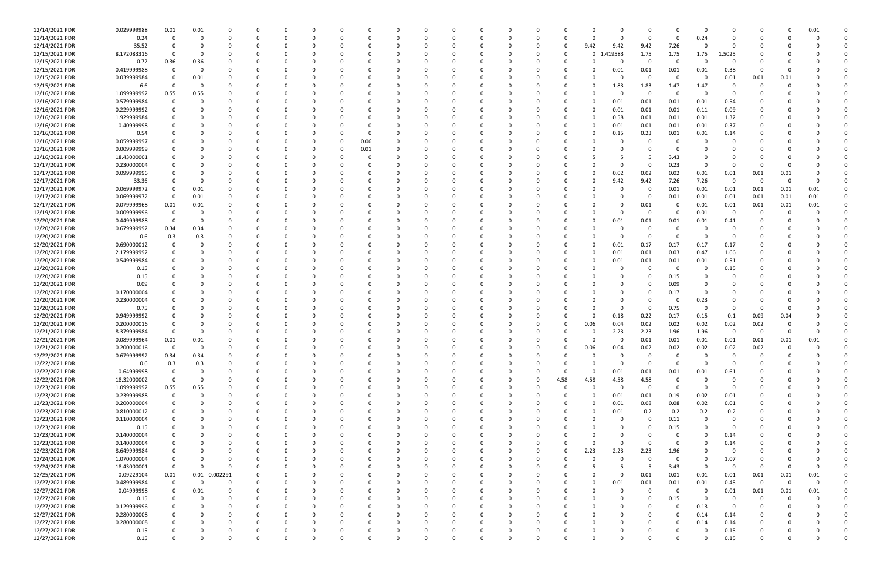| | | | | | | | | | | | | | | | | | | | | | | | | | | | | | |
|---|---|---|---|---|---|---|---|---|---|---|---|---|---|---|---|---|---|---|---|---|---|---|---|---|---|---|---|---|---|
| 12/14/2021 PDR | 0.029999988 | 0.01 | 0.01 | 0 | 0 | 0 | 0 | 0 | 0 | 0 | 0 | 0 | 0 | 0 | 0 | 0 | 0 | 0 | 0 | 0 | 0 | 0 | 0 | 0 | 0 | 0 | 0 | 0.01 | 0 |
| 12/14/2021 PDR | 0.24 | 0 | 0 | 0 | 0 | 0 | 0 | 0 | 0 | 0 | 0 | 0 | 0 | 0 | 0 | 0 | 0 | 0 | 0 | 0 | 0 | 0 | 0 | 0.24 | 0 | 0 | 0 | 0 | 0 |
| 12/14/2021 PDR | 35.52 | 0 | 0 | 0 | 0 | 0 | 0 | 0 | 0 | 0 | 0 | 0 | 0 | 0 | 0 | 0 | 0 | 0 | 0 | 9.42 | 9.42 | 9.42 | 7.26 | 0 | 0 | 0 | 0 | 0 | 0 |
| 12/15/2021 PDR | 8.172083316 | 0 | 0 | 0 | 0 | 0 | 0 | 0 | 0 | 0 | 0 | 0 | 0 | 0 | 0 | 0 | 0 | 0 | 0 | 0 | 1.419583 | 1.75 | 1.75 | 1.75 | 1.5025 | 0 | 0 | 0 | 0 |
| 12/15/2021 PDR | 0.72 | 0.36 | 0.36 | 0 | 0 | 0 | 0 | 0 | 0 | 0 | 0 | 0 | 0 | 0 | 0 | 0 | 0 | 0 | 0 | 0 | 0 | 0 | 0 | 0 | 0 | 0 | 0 | 0 | 0 |
| 12/15/2021 PDR | 0.419999988 | 0 | 0 | 0 | 0 | 0 | 0 | 0 | 0 | 0 | 0 | 0 | 0 | 0 | 0 | 0 | 0 | 0 | 0 | 0 | 0.01 | 0.01 | 0.01 | 0.01 | 0.38 | 0 | 0 | 0 | 0 |
| 12/15/2021 PDR | 0.039999984 | 0 | 0.01 | 0 | 0 | 0 | 0 | 0 | 0 | 0 | 0 | 0 | 0 | 0 | 0 | 0 | 0 | 0 | 0 | 0 | 0 | 0 | 0 | 0 | 0.01 | 0.01 | 0.01 | 0 | 0 |
| 12/15/2021 PDR | 6.6 | 0 | 0 | 0 | 0 | 0 | 0 | 0 | 0 | 0 | 0 | 0 | 0 | 0 | 0 | 0 | 0 | 0 | 0 | 0 | 1.83 | 1.83 | 1.47 | 1.47 | 0 | 0 | 0 | 0 | 0 |
| 12/16/2021 PDR | 1.099999992 | 0.55 | 0.55 | 0 | 0 | 0 | 0 | 0 | 0 | 0 | 0 | 0 | 0 | 0 | 0 | 0 | 0 | 0 | 0 | 0 | 0 | 0 | 0 | 0 | 0 | 0 | 0 | 0 | 0 |
| 12/16/2021 PDR | 0.579999984 | 0 | 0 | 0 | 0 | 0 | 0 | 0 | 0 | 0 | 0 | 0 | 0 | 0 | 0 | 0 | 0 | 0 | 0 | 0 | 0.01 | 0.01 | 0.01 | 0.01 | 0.54 | 0 | 0 | 0 | 0 |
| 12/16/2021 PDR | 0.229999992 | 0 | 0 | 0 | 0 | 0 | 0 | 0 | 0 | 0 | 0 | 0 | 0 | 0 | 0 | 0 | 0 | 0 | 0 | 0 | 0.01 | 0.01 | 0.01 | 0.11 | 0.09 | 0 | 0 | 0 | 0 |
| 12/16/2021 PDR | 1.929999984 | 0 | 0 | 0 | 0 | 0 | 0 | 0 | 0 | 0 | 0 | 0 | 0 | 0 | 0 | 0 | 0 | 0 | 0 | 0 | 0.58 | 0.01 | 0.01 | 0.01 | 1.32 | 0 | 0 | 0 | 0 |
| 12/16/2021 PDR | 0.40999998 | 0 | 0 | 0 | 0 | 0 | 0 | 0 | 0 | 0 | 0 | 0 | 0 | 0 | 0 | 0 | 0 | 0 | 0 | 0 | 0.01 | 0.01 | 0.01 | 0.01 | 0.37 | 0 | 0 | 0 | 0 |
| 12/16/2021 PDR | 0.54 | 0 | 0 | 0 | 0 | 0 | 0 | 0 | 0 | 0 | 0 | 0 | 0 | 0 | 0 | 0 | 0 | 0 | 0 | 0 | 0.15 | 0.23 | 0.01 | 0.01 | 0.14 | 0 | 0 | 0 | 0 |
| 12/16/2021 PDR | 0.059999997 | 0 | 0 | 0 | 0 | 0 | 0 | 0.06 | 0 | 0 | 0 | 0 | 0 | 0 | 0 | 0 | 0 | 0 | 0 | 0 | 0 | 0 | 0 | 0 | 0 | 0 | 0 | 0 | 0 |
| 12/16/2021 PDR | 0.009999999 | 0 | 0 | 0 | 0 | 0 | 0 | 0.01 | 0 | 0 | 0 | 0 | 0 | 0 | 0 | 0 | 0 | 0 | 0 | 0 | 0 | 0 | 0 | 0 | 0 | 0 | 0 | 0 | 0 |
| 12/16/2021 PDR | 18.43000001 | 0 | 0 | 0 | 0 | 0 | 0 | 0 | 0 | 0 | 0 | 0 | 0 | 0 | 0 | 0 | 0 | 0 | 0 | 5 | 5 | 5 | 3.43 | 0 | 0 | 0 | 0 | 0 | 0 |
| 12/17/2021 PDR | 0.230000004 | 0 | 0 | 0 | 0 | 0 | 0 | 0 | 0 | 0 | 0 | 0 | 0 | 0 | 0 | 0 | 0 | 0 | 0 | 0 | 0 | 0 | 0.23 | 0 | 0 | 0 | 0 | 0 | 0 |
| 12/17/2021 PDR | 0.099999996 | 0 | 0 | 0 | 0 | 0 | 0 | 0 | 0 | 0 | 0 | 0 | 0 | 0 | 0 | 0 | 0 | 0 | 0 | 0 | 0.02 | 0.02 | 0.02 | 0.01 | 0.01 | 0.01 | 0.01 | 0 | 0 |
| 12/17/2021 PDR | 33.36 | 0 | 0 | 0 | 0 | 0 | 0 | 0 | 0 | 0 | 0 | 0 | 0 | 0 | 0 | 0 | 0 | 0 | 0 | 0 | 9.42 | 9.42 | 7.26 | 7.26 | 0 | 0 | 0 | 0 | 0 |
| 12/17/2021 PDR | 0.069999972 | 0 | 0.01 | 0 | 0 | 0 | 0 | 0 | 0 | 0 | 0 | 0 | 0 | 0 | 0 | 0 | 0 | 0 | 0 | 0 | 0 | 0 | 0.01 | 0.01 | 0.01 | 0.01 | 0.01 | 0.01 | 0 |
| 12/17/2021 PDR | 0.069999972 | 0 | 0.01 | 0 | 0 | 0 | 0 | 0 | 0 | 0 | 0 | 0 | 0 | 0 | 0 | 0 | 0 | 0 | 0 | 0 | 0 | 0 | 0.01 | 0.01 | 0.01 | 0.01 | 0.01 | 0.01 | 0 |
| 12/17/2021 PDR | 0.079999968 | 0.01 | 0.01 | 0 | 0 | 0 | 0 | 0 | 0 | 0 | 0 | 0 | 0 | 0 | 0 | 0 | 0 | 0 | 0 | 0 | 0 | 0.01 | 0 | 0.01 | 0.01 | 0.01 | 0.01 | 0.01 | 0 |
| 12/19/2021 PDR | 0.009999996 | 0 | 0 | 0 | 0 | 0 | 0 | 0 | 0 | 0 | 0 | 0 | 0 | 0 | 0 | 0 | 0 | 0 | 0 | 0 | 0 | 0 | 0 | 0.01 | 0 | 0 | 0 | 0 | 0 |
| 12/20/2021 PDR | 0.449999988 | 0 | 0 | 0 | 0 | 0 | 0 | 0 | 0 | 0 | 0 | 0 | 0 | 0 | 0 | 0 | 0 | 0 | 0 | 0 | 0.01 | 0.01 | 0.01 | 0.01 | 0.41 | 0 | 0 | 0 | 0 |
| 12/20/2021 PDR | 0.679999992 | 0.34 | 0.34 | 0 | 0 | 0 | 0 | 0 | 0 | 0 | 0 | 0 | 0 | 0 | 0 | 0 | 0 | 0 | 0 | 0 | 0 | 0 | 0 | 0 | 0 | 0 | 0 | 0 | 0 |
| 12/20/2021 PDR | 0.6 | 0.3 | 0.3 | 0 | 0 | 0 | 0 | 0 | 0 | 0 | 0 | 0 | 0 | 0 | 0 | 0 | 0 | 0 | 0 | 0 | 0 | 0 | 0 | 0 | 0 | 0 | 0 | 0 | 0 |
| 12/20/2021 PDR | 0.690000012 | 0 | 0 | 0 | 0 | 0 | 0 | 0 | 0 | 0 | 0 | 0 | 0 | 0 | 0 | 0 | 0 | 0 | 0 | 0 | 0.01 | 0.17 | 0.17 | 0.17 | 0.17 | 0 | 0 | 0 | 0 |
| 12/20/2021 PDR | 2.179999992 | 0 | 0 | 0 | 0 | 0 | 0 | 0 | 0 | 0 | 0 | 0 | 0 | 0 | 0 | 0 | 0 | 0 | 0 | 0 | 0.01 | 0.01 | 0.03 | 0.47 | 1.66 | 0 | 0 | 0 | 0 |
| 12/20/2021 PDR | 0.549999984 | 0 | 0 | 0 | 0 | 0 | 0 | 0 | 0 | 0 | 0 | 0 | 0 | 0 | 0 | 0 | 0 | 0 | 0 | 0 | 0.01 | 0.01 | 0.01 | 0.01 | 0.51 | 0 | 0 | 0 | 0 |
| 12/20/2021 PDR | 0.15 | 0 | 0 | 0 | 0 | 0 | 0 | 0 | 0 | 0 | 0 | 0 | 0 | 0 | 0 | 0 | 0 | 0 | 0 | 0 | 0 | 0 | 0 | 0 | 0.15 | 0 | 0 | 0 | 0 |
| 12/20/2021 PDR | 0.15 | 0 | 0 | 0 | 0 | 0 | 0 | 0 | 0 | 0 | 0 | 0 | 0 | 0 | 0 | 0 | 0 | 0 | 0 | 0 | 0 | 0 | 0.15 | 0 | 0 | 0 | 0 | 0 | 0 |
| 12/20/2021 PDR | 0.09 | 0 | 0 | 0 | 0 | 0 | 0 | 0 | 0 | 0 | 0 | 0 | 0 | 0 | 0 | 0 | 0 | 0 | 0 | 0 | 0 | 0 | 0.09 | 0 | 0 | 0 | 0 | 0 | 0 |
| 12/20/2021 PDR | 0.170000004 | 0 | 0 | 0 | 0 | 0 | 0 | 0 | 0 | 0 | 0 | 0 | 0 | 0 | 0 | 0 | 0 | 0 | 0 | 0 | 0 | 0 | 0.17 | 0 | 0 | 0 | 0 | 0 | 0 |
| 12/20/2021 PDR | 0.230000004 | 0 | 0 | 0 | 0 | 0 | 0 | 0 | 0 | 0 | 0 | 0 | 0 | 0 | 0 | 0 | 0 | 0 | 0 | 0 | 0 | 0 | 0 | 0.23 | 0 | 0 | 0 | 0 | 0 |
| 12/20/2021 PDR | 0.75 | 0 | 0 | 0 | 0 | 0 | 0 | 0 | 0 | 0 | 0 | 0 | 0 | 0 | 0 | 0 | 0 | 0 | 0 | 0 | 0 | 0 | 0.75 | 0 | 0 | 0 | 0 | 0 | 0 |
| 12/20/2021 PDR | 0.949999992 | 0 | 0 | 0 | 0 | 0 | 0 | 0 | 0 | 0 | 0 | 0 | 0 | 0 | 0 | 0 | 0 | 0 | 0 | 0 | 0.18 | 0.22 | 0.17 | 0.15 | 0.1 | 0.09 | 0.04 | 0 | 0 |
| 12/20/2021 PDR | 0.200000016 | 0 | 0 | 0 | 0 | 0 | 0 | 0 | 0 | 0 | 0 | 0 | 0 | 0 | 0 | 0 | 0 | 0 | 0 | 0.06 | 0.04 | 0.02 | 0.02 | 0.02 | 0.02 | 0.02 | 0 | 0 | 0 |
| 12/21/2021 PDR | 8.379999984 | 0 | 0 | 0 | 0 | 0 | 0 | 0 | 0 | 0 | 0 | 0 | 0 | 0 | 0 | 0 | 0 | 0 | 0 | 0 | 2.23 | 2.23 | 1.96 | 1.96 | 0 | 0 | 0 | 0 | 0 |
| 12/21/2021 PDR | 0.089999964 | 0.01 | 0.01 | 0 | 0 | 0 | 0 | 0 | 0 | 0 | 0 | 0 | 0 | 0 | 0 | 0 | 0 | 0 | 0 | 0 | 0 | 0.01 | 0.01 | 0.01 | 0.01 | 0.01 | 0.01 | 0.01 | 0 |
| 12/21/2021 PDR | 0.200000016 | 0 | 0 | 0 | 0 | 0 | 0 | 0 | 0 | 0 | 0 | 0 | 0 | 0 | 0 | 0 | 0 | 0 | 0 | 0.06 | 0.04 | 0.02 | 0.02 | 0.02 | 0.02 | 0.02 | 0 | 0 | 0 |
| 12/22/2021 PDR | 0.679999992 | 0.34 | 0.34 | 0 | 0 | 0 | 0 | 0 | 0 | 0 | 0 | 0 | 0 | 0 | 0 | 0 | 0 | 0 | 0 | 0 | 0 | 0 | 0 | 0 | 0 | 0 | 0 | 0 | 0 |
| 12/22/2021 PDR | 0.6 | 0.3 | 0.3 | 0 | 0 | 0 | 0 | 0 | 0 | 0 | 0 | 0 | 0 | 0 | 0 | 0 | 0 | 0 | 0 | 0 | 0 | 0 | 0 | 0 | 0 | 0 | 0 | 0 | 0 |
| 12/22/2021 PDR | 0.64999998 | 0 | 0 | 0 | 0 | 0 | 0 | 0 | 0 | 0 | 0 | 0 | 0 | 0 | 0 | 0 | 0 | 0 | 0 | 0 | 0.01 | 0.01 | 0.01 | 0.01 | 0.61 | 0 | 0 | 0 | 0 |
| 12/22/2021 PDR | 18.32000002 | 0 | 0 | 0 | 0 | 0 | 0 | 0 | 0 | 0 | 0 | 0 | 0 | 0 | 0 | 0 | 0 | 0 | 4.58 | 4.58 | 4.58 | 4.58 | 0 | 0 | 0 | 0 | 0 | 0 | 0 |
| 12/23/2021 PDR | 1.099999992 | 0.55 | 0.55 | 0 | 0 | 0 | 0 | 0 | 0 | 0 | 0 | 0 | 0 | 0 | 0 | 0 | 0 | 0 | 0 | 0 | 0 | 0 | 0 | 0 | 0 | 0 | 0 | 0 | 0 |
| 12/23/2021 PDR | 0.239999988 | 0 | 0 | 0 | 0 | 0 | 0 | 0 | 0 | 0 | 0 | 0 | 0 | 0 | 0 | 0 | 0 | 0 | 0 | 0 | 0.01 | 0.01 | 0.19 | 0.02 | 0.01 | 0 | 0 | 0 | 0 |
| 12/23/2021 PDR | 0.200000004 | 0 | 0 | 0 | 0 | 0 | 0 | 0 | 0 | 0 | 0 | 0 | 0 | 0 | 0 | 0 | 0 | 0 | 0 | 0 | 0.01 | 0.08 | 0.08 | 0.02 | 0.01 | 0 | 0 | 0 | 0 |
| 12/23/2021 PDR | 0.810000012 | 0 | 0 | 0 | 0 | 0 | 0 | 0 | 0 | 0 | 0 | 0 | 0 | 0 | 0 | 0 | 0 | 0 | 0 | 0 | 0.01 | 0.2 | 0.2 | 0.2 | 0.2 | 0 | 0 | 0 | 0 |
| 12/23/2021 PDR | 0.110000004 | 0 | 0 | 0 | 0 | 0 | 0 | 0 | 0 | 0 | 0 | 0 | 0 | 0 | 0 | 0 | 0 | 0 | 0 | 0 | 0 | 0 | 0.11 | 0 | 0 | 0 | 0 | 0 | 0 |
| 12/23/2021 PDR | 0.15 | 0 | 0 | 0 | 0 | 0 | 0 | 0 | 0 | 0 | 0 | 0 | 0 | 0 | 0 | 0 | 0 | 0 | 0 | 0 | 0 | 0 | 0.15 | 0 | 0 | 0 | 0 | 0 | 0 |
| 12/23/2021 PDR | 0.140000004 | 0 | 0 | 0 | 0 | 0 | 0 | 0 | 0 | 0 | 0 | 0 | 0 | 0 | 0 | 0 | 0 | 0 | 0 | 0 | 0 | 0 | 0 | 0 | 0.14 | 0 | 0 | 0 | 0 |
| 12/23/2021 PDR | 0.140000004 | 0 | 0 | 0 | 0 | 0 | 0 | 0 | 0 | 0 | 0 | 0 | 0 | 0 | 0 | 0 | 0 | 0 | 0 | 0 | 0 | 0 | 0 | 0 | 0.14 | 0 | 0 | 0 | 0 |
| 12/23/2021 PDR | 8.649999984 | 0 | 0 | 0 | 0 | 0 | 0 | 0 | 0 | 0 | 0 | 0 | 0 | 0 | 0 | 0 | 0 | 0 | 0 | 2.23 | 2.23 | 2.23 | 1.96 | 0 | 0 | 0 | 0 | 0 | 0 |
| 12/24/2021 PDR | 1.070000004 | 0 | 0 | 0 | 0 | 0 | 0 | 0 | 0 | 0 | 0 | 0 | 0 | 0 | 0 | 0 | 0 | 0 | 0 | 0 | 0 | 0 | 0 | 0 | 1.07 | 0 | 0 | 0 | 0 |
| 12/24/2021 PDR | 18.43000001 | 0 | 0 | 0 | 0 | 0 | 0 | 0 | 0 | 0 | 0 | 0 | 0 | 0 | 0 | 0 | 0 | 0 | 0 | 5 | 5 | 5 | 3.43 | 0 | 0 | 0 | 0 | 0 | 0 |
| 12/25/2021 PDR | 0.09229104 | 0.01 | 0.01 | 0.002291 | 0 | 0 | 0 | 0 | 0 | 0 | 0 | 0 | 0 | 0 | 0 | 0 | 0 | 0 | 0 | 0 | 0 | 0.01 | 0.01 | 0.01 | 0.01 | 0.01 | 0.01 | 0.01 | 0 |
| 12/27/2021 PDR | 0.489999984 | 0 | 0 | 0 | 0 | 0 | 0 | 0 | 0 | 0 | 0 | 0 | 0 | 0 | 0 | 0 | 0 | 0 | 0 | 0 | 0.01 | 0.01 | 0.01 | 0.01 | 0.45 | 0 | 0 | 0 | 0 |
| 12/27/2021 PDR | 0.04999998 | 0 | 0.01 | 0 | 0 | 0 | 0 | 0 | 0 | 0 | 0 | 0 | 0 | 0 | 0 | 0 | 0 | 0 | 0 | 0 | 0 | 0 | 0 | 0 | 0.01 | 0.01 | 0.01 | 0.01 | 0 |
| 12/27/2021 PDR | 0.15 | 0 | 0 | 0 | 0 | 0 | 0 | 0 | 0 | 0 | 0 | 0 | 0 | 0 | 0 | 0 | 0 | 0 | 0 | 0 | 0 | 0 | 0.15 | 0 | 0 | 0 | 0 | 0 | 0 |
| 12/27/2021 PDR | 0.129999996 | 0 | 0 | 0 | 0 | 0 | 0 | 0 | 0 | 0 | 0 | 0 | 0 | 0 | 0 | 0 | 0 | 0 | 0 | 0 | 0 | 0 | 0 | 0.13 | 0 | 0 | 0 | 0 | 0 |
| 12/27/2021 PDR | 0.280000008 | 0 | 0 | 0 | 0 | 0 | 0 | 0 | 0 | 0 | 0 | 0 | 0 | 0 | 0 | 0 | 0 | 0 | 0 | 0 | 0 | 0 | 0 | 0.14 | 0.14 | 0 | 0 | 0 | 0 |
| 12/27/2021 PDR | 0.280000008 | 0 | 0 | 0 | 0 | 0 | 0 | 0 | 0 | 0 | 0 | 0 | 0 | 0 | 0 | 0 | 0 | 0 | 0 | 0 | 0 | 0 | 0 | 0.14 | 0.14 | 0 | 0 | 0 | 0 |
| 12/27/2021 PDR | 0.15 | 0 | 0 | 0 | 0 | 0 | 0 | 0 | 0 | 0 | 0 | 0 | 0 | 0 | 0 | 0 | 0 | 0 | 0 | 0 | 0 | 0 | 0 | 0 | 0.15 | 0 | 0 | 0 | 0 |
| 12/27/2021 PDR | 0.15 | 0 | 0 | 0 | 0 | 0 | 0 | 0 | 0 | 0 | 0 | 0 | 0 | 0 | 0 | 0 | 0 | 0 | 0 | 0 | 0 | 0 | 0 | 0 | 0.15 | 0 | 0 | 0 | 0 |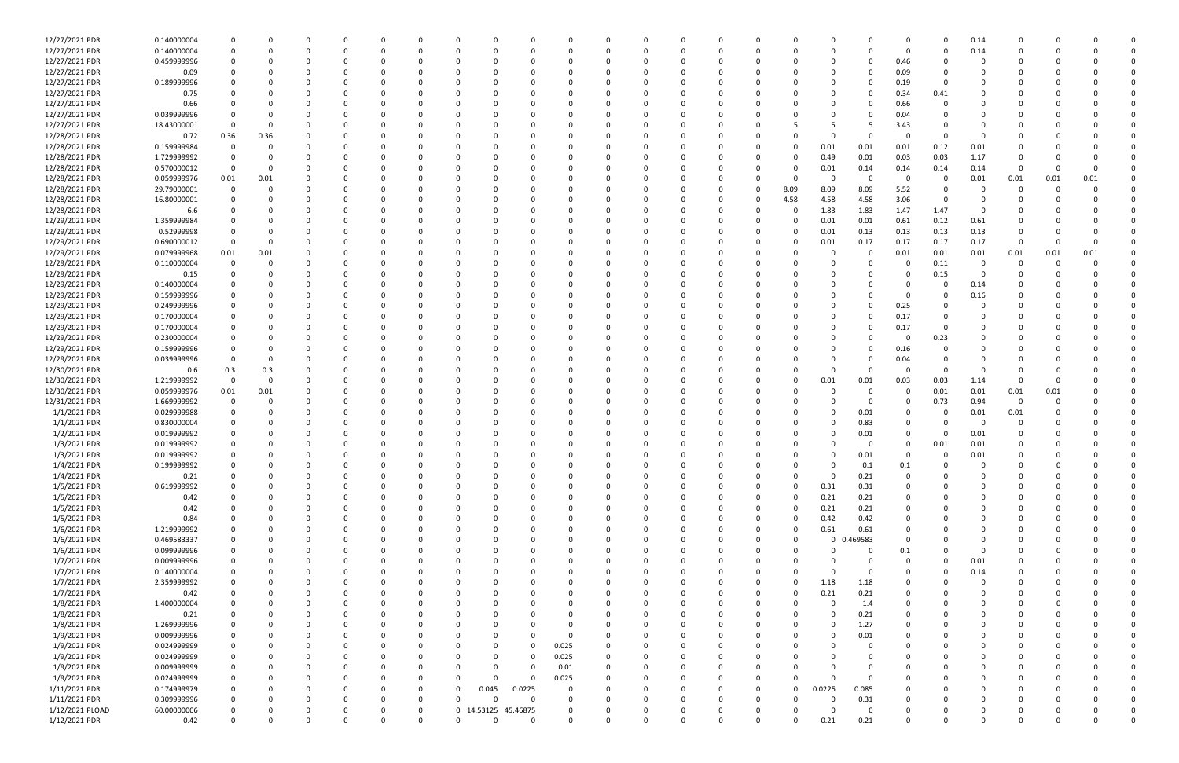| | | | | | | | | | | | | | | | | | | | | | | | | | | | |
|---|---|---|---|---|---|---|---|---|---|---|---|---|---|---|---|---|---|---|---|---|---|---|---|---|---|---|---|
| 12/27/2021 | PDR | 0.140000004 | 0 | 0 | 0 | 0 | 0 | 0 | 0 | 0 | 0 | 0 | 0 | 0 | 0 | 0 | 0 | 0 | 0 | 0 | 0 | 0 | 0 | 0.14 | 0 | 0 | 0 | 0 |
| 12/27/2021 | PDR | 0.140000004 | 0 | 0 | 0 | 0 | 0 | 0 | 0 | 0 | 0 | 0 | 0 | 0 | 0 | 0 | 0 | 0 | 0 | 0 | 0 | 0 | 0 | 0.14 | 0 | 0 | 0 | 0 |
| 12/27/2021 | PDR | 0.459999996 | 0 | 0 | 0 | 0 | 0 | 0 | 0 | 0 | 0 | 0 | 0 | 0 | 0 | 0 | 0 | 0 | 0 | 0 | 0 | 0.46 | 0 | 0 | 0 | 0 | 0 | 0 |
| 12/27/2021 | PDR | 0.09 | 0 | 0 | 0 | 0 | 0 | 0 | 0 | 0 | 0 | 0 | 0 | 0 | 0 | 0 | 0 | 0 | 0 | 0 | 0 | 0.09 | 0 | 0 | 0 | 0 | 0 | 0 |
| 12/27/2021 | PDR | 0.189999996 | 0 | 0 | 0 | 0 | 0 | 0 | 0 | 0 | 0 | 0 | 0 | 0 | 0 | 0 | 0 | 0 | 0 | 0 | 0 | 0.19 | 0 | 0 | 0 | 0 | 0 | 0 |
| 12/27/2021 | PDR | 0.75 | 0 | 0 | 0 | 0 | 0 | 0 | 0 | 0 | 0 | 0 | 0 | 0 | 0 | 0 | 0 | 0 | 0 | 0 | 0 | 0.34 | 0.41 | 0 | 0 | 0 | 0 | 0 |
| 12/27/2021 | PDR | 0.66 | 0 | 0 | 0 | 0 | 0 | 0 | 0 | 0 | 0 | 0 | 0 | 0 | 0 | 0 | 0 | 0 | 0 | 0 | 0 | 0.66 | 0 | 0 | 0 | 0 | 0 | 0 |
| 12/27/2021 | PDR | 0.039999996 | 0 | 0 | 0 | 0 | 0 | 0 | 0 | 0 | 0 | 0 | 0 | 0 | 0 | 0 | 0 | 0 | 0 | 0 | 0 | 0.04 | 0 | 0 | 0 | 0 | 0 | 0 |
| 12/27/2021 | PDR | 18.43000001 | 0 | 0 | 0 | 0 | 0 | 0 | 0 | 0 | 0 | 0 | 0 | 0 | 0 | 0 | 0 | 0 | 5 | 5 | 5 | 3.43 | 0 | 0 | 0 | 0 | 0 | 0 |
| 12/28/2021 | PDR | 0.72 | 0.36 | 0.36 | 0 | 0 | 0 | 0 | 0 | 0 | 0 | 0 | 0 | 0 | 0 | 0 | 0 | 0 | 0 | 0 | 0 | 0 | 0 | 0 | 0 | 0 | 0 | 0 |
| 12/28/2021 | PDR | 0.159999984 | 0 | 0 | 0 | 0 | 0 | 0 | 0 | 0 | 0 | 0 | 0 | 0 | 0 | 0 | 0 | 0 | 0 | 0.01 | 0.01 | 0.01 | 0.12 | 0.01 | 0 | 0 | 0 | 0 |
| 12/28/2021 | PDR | 1.729999992 | 0 | 0 | 0 | 0 | 0 | 0 | 0 | 0 | 0 | 0 | 0 | 0 | 0 | 0 | 0 | 0 | 0 | 0.49 | 0.01 | 0.03 | 0.03 | 1.17 | 0 | 0 | 0 | 0 |
| 12/28/2021 | PDR | 0.570000012 | 0 | 0 | 0 | 0 | 0 | 0 | 0 | 0 | 0 | 0 | 0 | 0 | 0 | 0 | 0 | 0 | 0 | 0.01 | 0.14 | 0.14 | 0.14 | 0.14 | 0 | 0 | 0 | 0 |
| 12/28/2021 | PDR | 0.059999976 | 0.01 | 0.01 | 0 | 0 | 0 | 0 | 0 | 0 | 0 | 0 | 0 | 0 | 0 | 0 | 0 | 0 | 0 | 0 | 0 | 0 | 0 | 0.01 | 0.01 | 0.01 | 0.01 | 0 |
| 12/28/2021 | PDR | 29.79000001 | 0 | 0 | 0 | 0 | 0 | 0 | 0 | 0 | 0 | 0 | 0 | 0 | 0 | 0 | 0 | 0 | 8.09 | 8.09 | 8.09 | 5.52 | 0 | 0 | 0 | 0 | 0 | 0 |
| 12/28/2021 | PDR | 16.80000001 | 0 | 0 | 0 | 0 | 0 | 0 | 0 | 0 | 0 | 0 | 0 | 0 | 0 | 0 | 0 | 0 | 4.58 | 4.58 | 4.58 | 3.06 | 0 | 0 | 0 | 0 | 0 | 0 |
| 12/28/2021 | PDR | 6.6 | 0 | 0 | 0 | 0 | 0 | 0 | 0 | 0 | 0 | 0 | 0 | 0 | 0 | 0 | 0 | 0 | 0 | 1.83 | 1.83 | 1.47 | 1.47 | 0 | 0 | 0 | 0 | 0 |
| 12/29/2021 | PDR | 1.359999984 | 0 | 0 | 0 | 0 | 0 | 0 | 0 | 0 | 0 | 0 | 0 | 0 | 0 | 0 | 0 | 0 | 0 | 0.01 | 0.01 | 0.61 | 0.12 | 0.61 | 0 | 0 | 0 | 0 |
| 12/29/2021 | PDR | 0.52999998 | 0 | 0 | 0 | 0 | 0 | 0 | 0 | 0 | 0 | 0 | 0 | 0 | 0 | 0 | 0 | 0 | 0 | 0.01 | 0.13 | 0.13 | 0.13 | 0.13 | 0 | 0 | 0 | 0 |
| 12/29/2021 | PDR | 0.690000012 | 0 | 0 | 0 | 0 | 0 | 0 | 0 | 0 | 0 | 0 | 0 | 0 | 0 | 0 | 0 | 0 | 0 | 0.01 | 0.17 | 0.17 | 0.17 | 0.17 | 0 | 0 | 0 | 0 |
| 12/29/2021 | PDR | 0.079999968 | 0.01 | 0.01 | 0 | 0 | 0 | 0 | 0 | 0 | 0 | 0 | 0 | 0 | 0 | 0 | 0 | 0 | 0 | 0 | 0 | 0.01 | 0.01 | 0.01 | 0.01 | 0.01 | 0.01 | 0 |
| 12/29/2021 | PDR | 0.110000004 | 0 | 0 | 0 | 0 | 0 | 0 | 0 | 0 | 0 | 0 | 0 | 0 | 0 | 0 | 0 | 0 | 0 | 0 | 0 | 0 | 0.11 | 0 | 0 | 0 | 0 | 0 |
| 12/29/2021 | PDR | 0.15 | 0 | 0 | 0 | 0 | 0 | 0 | 0 | 0 | 0 | 0 | 0 | 0 | 0 | 0 | 0 | 0 | 0 | 0 | 0 | 0 | 0.15 | 0 | 0 | 0 | 0 | 0 |
| 12/29/2021 | PDR | 0.140000004 | 0 | 0 | 0 | 0 | 0 | 0 | 0 | 0 | 0 | 0 | 0 | 0 | 0 | 0 | 0 | 0 | 0 | 0 | 0 | 0 | 0 | 0.14 | 0 | 0 | 0 | 0 |
| 12/29/2021 | PDR | 0.159999996 | 0 | 0 | 0 | 0 | 0 | 0 | 0 | 0 | 0 | 0 | 0 | 0 | 0 | 0 | 0 | 0 | 0 | 0 | 0 | 0 | 0 | 0.16 | 0 | 0 | 0 | 0 |
| 12/29/2021 | PDR | 0.249999996 | 0 | 0 | 0 | 0 | 0 | 0 | 0 | 0 | 0 | 0 | 0 | 0 | 0 | 0 | 0 | 0 | 0 | 0 | 0 | 0.25 | 0 | 0 | 0 | 0 | 0 | 0 |
| 12/29/2021 | PDR | 0.170000004 | 0 | 0 | 0 | 0 | 0 | 0 | 0 | 0 | 0 | 0 | 0 | 0 | 0 | 0 | 0 | 0 | 0 | 0 | 0 | 0.17 | 0 | 0 | 0 | 0 | 0 | 0 |
| 12/29/2021 | PDR | 0.170000004 | 0 | 0 | 0 | 0 | 0 | 0 | 0 | 0 | 0 | 0 | 0 | 0 | 0 | 0 | 0 | 0 | 0 | 0 | 0 | 0.17 | 0 | 0 | 0 | 0 | 0 | 0 |
| 12/29/2021 | PDR | 0.230000004 | 0 | 0 | 0 | 0 | 0 | 0 | 0 | 0 | 0 | 0 | 0 | 0 | 0 | 0 | 0 | 0 | 0 | 0 | 0 | 0 | 0.23 | 0 | 0 | 0 | 0 | 0 |
| 12/29/2021 | PDR | 0.159999996 | 0 | 0 | 0 | 0 | 0 | 0 | 0 | 0 | 0 | 0 | 0 | 0 | 0 | 0 | 0 | 0 | 0 | 0 | 0 | 0.16 | 0 | 0 | 0 | 0 | 0 | 0 |
| 12/29/2021 | PDR | 0.039999996 | 0 | 0 | 0 | 0 | 0 | 0 | 0 | 0 | 0 | 0 | 0 | 0 | 0 | 0 | 0 | 0 | 0 | 0 | 0 | 0.04 | 0 | 0 | 0 | 0 | 0 | 0 |
| 12/30/2021 | PDR | 0.6 | 0.3 | 0.3 | 0 | 0 | 0 | 0 | 0 | 0 | 0 | 0 | 0 | 0 | 0 | 0 | 0 | 0 | 0 | 0 | 0 | 0 | 0 | 0 | 0 | 0 | 0 | 0 |
| 12/30/2021 | PDR | 1.219999992 | 0 | 0 | 0 | 0 | 0 | 0 | 0 | 0 | 0 | 0 | 0 | 0 | 0 | 0 | 0 | 0 | 0 | 0.01 | 0.01 | 0.03 | 0.03 | 1.14 | 0 | 0 | 0 | 0 |
| 12/30/2021 | PDR | 0.059999976 | 0.01 | 0.01 | 0 | 0 | 0 | 0 | 0 | 0 | 0 | 0 | 0 | 0 | 0 | 0 | 0 | 0 | 0 | 0 | 0 | 0 | 0.01 | 0.01 | 0.01 | 0.01 | 0 | 0 |
| 12/31/2021 | PDR | 1.669999992 | 0 | 0 | 0 | 0 | 0 | 0 | 0 | 0 | 0 | 0 | 0 | 0 | 0 | 0 | 0 | 0 | 0 | 0 | 0 | 0 | 0.73 | 0.94 | 0 | 0 | 0 | 0 |
| 1/1/2021 | PDR | 0.029999988 | 0 | 0 | 0 | 0 | 0 | 0 | 0 | 0 | 0 | 0 | 0 | 0 | 0 | 0 | 0 | 0 | 0 | 0 | 0.01 | 0 | 0 | 0.01 | 0.01 | 0 | 0 | 0 |
| 1/1/2021 | PDR | 0.830000004 | 0 | 0 | 0 | 0 | 0 | 0 | 0 | 0 | 0 | 0 | 0 | 0 | 0 | 0 | 0 | 0 | 0 | 0 | 0.83 | 0 | 0 | 0 | 0 | 0 | 0 | 0 |
| 1/2/2021 | PDR | 0.019999992 | 0 | 0 | 0 | 0 | 0 | 0 | 0 | 0 | 0 | 0 | 0 | 0 | 0 | 0 | 0 | 0 | 0 | 0 | 0.01 | 0 | 0 | 0.01 | 0 | 0 | 0 | 0 |
| 1/3/2021 | PDR | 0.019999992 | 0 | 0 | 0 | 0 | 0 | 0 | 0 | 0 | 0 | 0 | 0 | 0 | 0 | 0 | 0 | 0 | 0 | 0 | 0 | 0 | 0.01 | 0.01 | 0 | 0 | 0 | 0 |
| 1/3/2021 | PDR | 0.019999992 | 0 | 0 | 0 | 0 | 0 | 0 | 0 | 0 | 0 | 0 | 0 | 0 | 0 | 0 | 0 | 0 | 0 | 0 | 0.01 | 0 | 0 | 0.01 | 0 | 0 | 0 | 0 |
| 1/4/2021 | PDR | 0.199999992 | 0 | 0 | 0 | 0 | 0 | 0 | 0 | 0 | 0 | 0 | 0 | 0 | 0 | 0 | 0 | 0 | 0 | 0 | 0.1 | 0.1 | 0 | 0 | 0 | 0 | 0 | 0 |
| 1/4/2021 | PDR | 0.21 | 0 | 0 | 0 | 0 | 0 | 0 | 0 | 0 | 0 | 0 | 0 | 0 | 0 | 0 | 0 | 0 | 0 | 0 | 0.21 | 0 | 0 | 0 | 0 | 0 | 0 | 0 |
| 1/5/2021 | PDR | 0.619999992 | 0 | 0 | 0 | 0 | 0 | 0 | 0 | 0 | 0 | 0 | 0 | 0 | 0 | 0 | 0 | 0 | 0 | 0.31 | 0.31 | 0 | 0 | 0 | 0 | 0 | 0 | 0 |
| 1/5/2021 | PDR | 0.42 | 0 | 0 | 0 | 0 | 0 | 0 | 0 | 0 | 0 | 0 | 0 | 0 | 0 | 0 | 0 | 0 | 0 | 0.21 | 0.21 | 0 | 0 | 0 | 0 | 0 | 0 | 0 |
| 1/5/2021 | PDR | 0.42 | 0 | 0 | 0 | 0 | 0 | 0 | 0 | 0 | 0 | 0 | 0 | 0 | 0 | 0 | 0 | 0 | 0 | 0.21 | 0.21 | 0 | 0 | 0 | 0 | 0 | 0 | 0 |
| 1/5/2021 | PDR | 0.84 | 0 | 0 | 0 | 0 | 0 | 0 | 0 | 0 | 0 | 0 | 0 | 0 | 0 | 0 | 0 | 0 | 0 | 0.42 | 0.42 | 0 | 0 | 0 | 0 | 0 | 0 | 0 |
| 1/6/2021 | PDR | 1.219999992 | 0 | 0 | 0 | 0 | 0 | 0 | 0 | 0 | 0 | 0 | 0 | 0 | 0 | 0 | 0 | 0 | 0 | 0.61 | 0.61 | 0 | 0 | 0 | 0 | 0 | 0 | 0 |
| 1/6/2021 | PDR | 0.469583337 | 0 | 0 | 0 | 0 | 0 | 0 | 0 | 0 | 0 | 0 | 0 | 0 | 0 | 0 | 0 | 0 | 0 | 0 | 0.469583 | 0 | 0 | 0 | 0 | 0 | 0 | 0 |
| 1/6/2021 | PDR | 0.099999996 | 0 | 0 | 0 | 0 | 0 | 0 | 0 | 0 | 0 | 0 | 0 | 0 | 0 | 0 | 0 | 0 | 0 | 0 | 0 | 0.1 | 0 | 0 | 0 | 0 | 0 | 0 |
| 1/7/2021 | PDR | 0.009999996 | 0 | 0 | 0 | 0 | 0 | 0 | 0 | 0 | 0 | 0 | 0 | 0 | 0 | 0 | 0 | 0 | 0 | 0 | 0 | 0 | 0 | 0.01 | 0 | 0 | 0 | 0 |
| 1/7/2021 | PDR | 0.140000004 | 0 | 0 | 0 | 0 | 0 | 0 | 0 | 0 | 0 | 0 | 0 | 0 | 0 | 0 | 0 | 0 | 0 | 0 | 0 | 0 | 0 | 0.14 | 0 | 0 | 0 | 0 |
| 1/7/2021 | PDR | 2.359999992 | 0 | 0 | 0 | 0 | 0 | 0 | 0 | 0 | 0 | 0 | 0 | 0 | 0 | 0 | 0 | 0 | 0 | 1.18 | 1.18 | 0 | 0 | 0 | 0 | 0 | 0 | 0 |
| 1/7/2021 | PDR | 0.42 | 0 | 0 | 0 | 0 | 0 | 0 | 0 | 0 | 0 | 0 | 0 | 0 | 0 | 0 | 0 | 0 | 0 | 0.21 | 0.21 | 0 | 0 | 0 | 0 | 0 | 0 | 0 |
| 1/8/2021 | PDR | 1.400000004 | 0 | 0 | 0 | 0 | 0 | 0 | 0 | 0 | 0 | 0 | 0 | 0 | 0 | 0 | 0 | 0 | 0 | 0 | 1.4 | 0 | 0 | 0 | 0 | 0 | 0 | 0 |
| 1/8/2021 | PDR | 0.21 | 0 | 0 | 0 | 0 | 0 | 0 | 0 | 0 | 0 | 0 | 0 | 0 | 0 | 0 | 0 | 0 | 0 | 0 | 0.21 | 0 | 0 | 0 | 0 | 0 | 0 | 0 |
| 1/8/2021 | PDR | 1.269999996 | 0 | 0 | 0 | 0 | 0 | 0 | 0 | 0 | 0 | 0 | 0 | 0 | 0 | 0 | 0 | 0 | 0 | 0 | 1.27 | 0 | 0 | 0 | 0 | 0 | 0 | 0 |
| 1/9/2021 | PDR | 0.009999996 | 0 | 0 | 0 | 0 | 0 | 0 | 0 | 0 | 0 | 0 | 0 | 0 | 0 | 0 | 0 | 0 | 0 | 0 | 0.01 | 0 | 0 | 0 | 0 | 0 | 0 | 0 |
| 1/9/2021 | PDR | 0.024999999 | 0 | 0 | 0 | 0 | 0 | 0 | 0 | 0 | 0 | 0.025 | 0 | 0 | 0 | 0 | 0 | 0 | 0 | 0 | 0 | 0 | 0 | 0 | 0 | 0 | 0 | 0 |
| 1/9/2021 | PDR | 0.024999999 | 0 | 0 | 0 | 0 | 0 | 0 | 0 | 0 | 0 | 0.025 | 0 | 0 | 0 | 0 | 0 | 0 | 0 | 0 | 0 | 0 | 0 | 0 | 0 | 0 | 0 | 0 |
| 1/9/2021 | PDR | 0.009999999 | 0 | 0 | 0 | 0 | 0 | 0 | 0 | 0 | 0 | 0.01 | 0 | 0 | 0 | 0 | 0 | 0 | 0 | 0 | 0 | 0 | 0 | 0 | 0 | 0 | 0 | 0 |
| 1/9/2021 | PDR | 0.024999999 | 0 | 0 | 0 | 0 | 0 | 0 | 0 | 0 | 0 | 0.025 | 0 | 0 | 0 | 0 | 0 | 0 | 0 | 0 | 0 | 0 | 0 | 0 | 0 | 0 | 0 | 0 |
| 1/11/2021 | PDR | 0.174999979 | 0 | 0 | 0 | 0 | 0 | 0 | 0 | 0.045 | 0.0225 | 0 | 0 | 0 | 0 | 0 | 0 | 0 | 0 | 0.0225 | 0.085 | 0 | 0 | 0 | 0 | 0 | 0 | 0 |
| 1/11/2021 | PDR | 0.309999996 | 0 | 0 | 0 | 0 | 0 | 0 | 0 | 0 | 0 | 0 | 0 | 0 | 0 | 0 | 0 | 0 | 0 | 0 | 0.31 | 0 | 0 | 0 | 0 | 0 | 0 | 0 |
| 1/12/2021 | PLOAD | 60.00000006 | 0 | 0 | 0 | 0 | 0 | 0 | 0 | 14.53125 | 45.46875 | 0 | 0 | 0 | 0 | 0 | 0 | 0 | 0 | 0 | 0 | 0 | 0 | 0 | 0 | 0 | 0 | 0 |
| 1/12/2021 | PDR | 0.42 | 0 | 0 | 0 | 0 | 0 | 0 | 0 | 0 | 0 | 0 | 0 | 0 | 0 | 0 | 0 | 0 | 0 | 0.21 | 0.21 | 0 | 0 | 0 | 0 | 0 | 0 | 0 |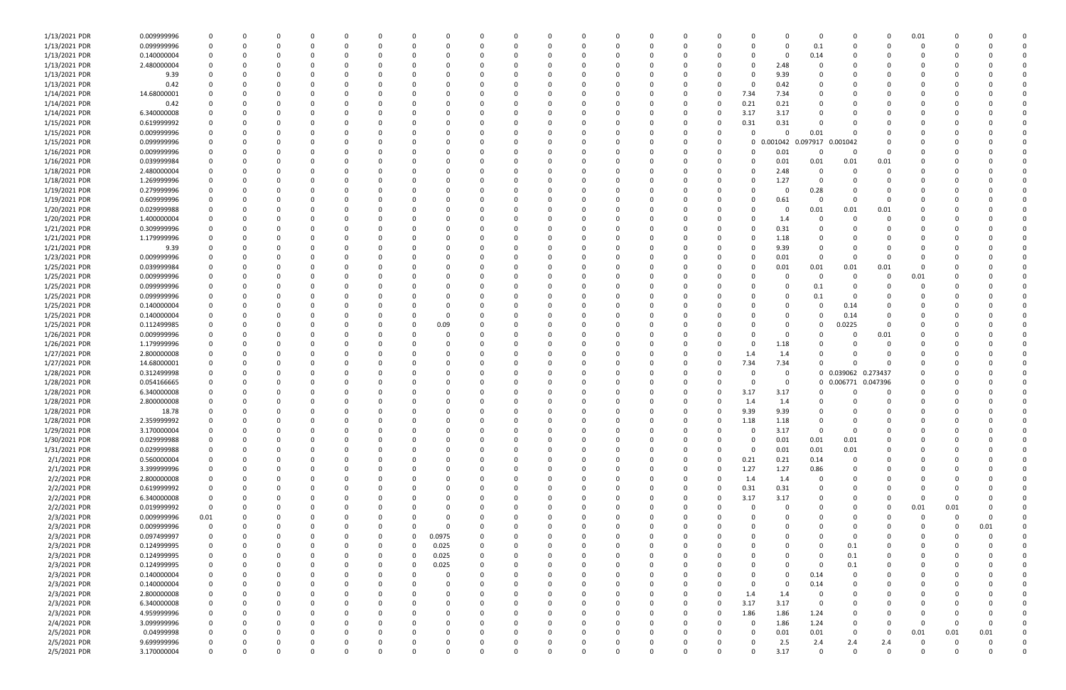| | | | | | | | | | | | | | | | | | | | | | | | | | | | | | |
|---|---|---|---|---|---|---|---|---|---|---|---|---|---|---|---|---|---|---|---|---|---|---|---|---|---|---|---|---|---|
| 1/13/2021 PDR | 0.009999996 | 0 | 0 | 0 | 0 | 0 | 0 | 0 | 0 | 0 | 0 | 0 | 0 | 0 | 0 | 0 | 0 | 0 | 0 | 0 | 0 | 0 | 0 | 0 | 0.01 | 0 | 0 | 0 | 0 |
| 1/13/2021 PDR | 0.099999996 | 0 | 0 | 0 | 0 | 0 | 0 | 0 | 0 | 0 | 0 | 0 | 0 | 0 | 0 | 0 | 0 | 0 | 0 | 0 | 0 | 0.1 | 0 | 0 | 0 | 0 | 0 | 0 | 0 |
| 1/13/2021 PDR | 0.140000004 | 0 | 0 | 0 | 0 | 0 | 0 | 0 | 0 | 0 | 0 | 0 | 0 | 0 | 0 | 0 | 0 | 0 | 0 | 0 | 0 | 0.14 | 0 | 0 | 0 | 0 | 0 | 0 | 0 |
| 1/13/2021 PDR | 2.480000004 | 0 | 0 | 0 | 0 | 0 | 0 | 0 | 0 | 0 | 0 | 0 | 0 | 0 | 0 | 0 | 0 | 0 | 0 | 0 | 2.48 | 0 | 0 | 0 | 0 | 0 | 0 | 0 | 0 |
| 1/13/2021 PDR | 9.39 | 0 | 0 | 0 | 0 | 0 | 0 | 0 | 0 | 0 | 0 | 0 | 0 | 0 | 0 | 0 | 0 | 0 | 0 | 0 | 9.39 | 0 | 0 | 0 | 0 | 0 | 0 | 0 | 0 |
| 1/13/2021 PDR | 0.42 | 0 | 0 | 0 | 0 | 0 | 0 | 0 | 0 | 0 | 0 | 0 | 0 | 0 | 0 | 0 | 0 | 0 | 0 | 0 | 0.42 | 0 | 0 | 0 | 0 | 0 | 0 | 0 | 0 |
| 1/14/2021 PDR | 14.68000001 | 0 | 0 | 0 | 0 | 0 | 0 | 0 | 0 | 0 | 0 | 0 | 0 | 0 | 0 | 0 | 0 | 0 | 0 | 7.34 | 7.34 | 0 | 0 | 0 | 0 | 0 | 0 | 0 | 0 |
| 1/14/2021 PDR | 0.42 | 0 | 0 | 0 | 0 | 0 | 0 | 0 | 0 | 0 | 0 | 0 | 0 | 0 | 0 | 0 | 0 | 0 | 0 | 0.21 | 0.21 | 0 | 0 | 0 | 0 | 0 | 0 | 0 | 0 |
| 1/14/2021 PDR | 6.340000008 | 0 | 0 | 0 | 0 | 0 | 0 | 0 | 0 | 0 | 0 | 0 | 0 | 0 | 0 | 0 | 0 | 0 | 0 | 3.17 | 3.17 | 0 | 0 | 0 | 0 | 0 | 0 | 0 | 0 |
| 1/15/2021 PDR | 0.619999992 | 0 | 0 | 0 | 0 | 0 | 0 | 0 | 0 | 0 | 0 | 0 | 0 | 0 | 0 | 0 | 0 | 0 | 0 | 0.31 | 0.31 | 0 | 0 | 0 | 0 | 0 | 0 | 0 | 0 |
| 1/15/2021 PDR | 0.009999996 | 0 | 0 | 0 | 0 | 0 | 0 | 0 | 0 | 0 | 0 | 0 | 0 | 0 | 0 | 0 | 0 | 0 | 0 | 0 | 0 | 0.01 | 0 | 0 | 0 | 0 | 0 | 0 | 0 |
| 1/15/2021 PDR | 0.099999996 | 0 | 0 | 0 | 0 | 0 | 0 | 0 | 0 | 0 | 0 | 0 | 0 | 0 | 0 | 0 | 0 | 0 | 0 | 0 | 0.001042 | 0.097917 | 0.001042 | 0 | 0 | 0 | 0 | 0 | 0 |
| 1/16/2021 PDR | 0.009999996 | 0 | 0 | 0 | 0 | 0 | 0 | 0 | 0 | 0 | 0 | 0 | 0 | 0 | 0 | 0 | 0 | 0 | 0 | 0 | 0.01 | 0 | 0 | 0 | 0 | 0 | 0 | 0 | 0 |
| 1/16/2021 PDR | 0.039999984 | 0 | 0 | 0 | 0 | 0 | 0 | 0 | 0 | 0 | 0 | 0 | 0 | 0 | 0 | 0 | 0 | 0 | 0 | 0 | 0.01 | 0.01 | 0.01 | 0.01 | 0 | 0 | 0 | 0 | 0 |
| 1/18/2021 PDR | 2.480000004 | 0 | 0 | 0 | 0 | 0 | 0 | 0 | 0 | 0 | 0 | 0 | 0 | 0 | 0 | 0 | 0 | 0 | 0 | 0 | 2.48 | 0 | 0 | 0 | 0 | 0 | 0 | 0 | 0 |
| 1/18/2021 PDR | 1.269999996 | 0 | 0 | 0 | 0 | 0 | 0 | 0 | 0 | 0 | 0 | 0 | 0 | 0 | 0 | 0 | 0 | 0 | 0 | 0 | 1.27 | 0 | 0 | 0 | 0 | 0 | 0 | 0 | 0 |
| 1/19/2021 PDR | 0.279999996 | 0 | 0 | 0 | 0 | 0 | 0 | 0 | 0 | 0 | 0 | 0 | 0 | 0 | 0 | 0 | 0 | 0 | 0 | 0 | 0 | 0.28 | 0 | 0 | 0 | 0 | 0 | 0 | 0 |
| 1/19/2021 PDR | 0.609999996 | 0 | 0 | 0 | 0 | 0 | 0 | 0 | 0 | 0 | 0 | 0 | 0 | 0 | 0 | 0 | 0 | 0 | 0 | 0 | 0.61 | 0 | 0 | 0 | 0 | 0 | 0 | 0 | 0 |
| 1/20/2021 PDR | 0.029999988 | 0 | 0 | 0 | 0 | 0 | 0 | 0 | 0 | 0 | 0 | 0 | 0 | 0 | 0 | 0 | 0 | 0 | 0 | 0 | 0 | 0.01 | 0.01 | 0.01 | 0 | 0 | 0 | 0 | 0 |
| 1/20/2021 PDR | 1.400000004 | 0 | 0 | 0 | 0 | 0 | 0 | 0 | 0 | 0 | 0 | 0 | 0 | 0 | 0 | 0 | 0 | 0 | 0 | 0 | 1.4 | 0 | 0 | 0 | 0 | 0 | 0 | 0 | 0 |
| 1/21/2021 PDR | 0.309999996 | 0 | 0 | 0 | 0 | 0 | 0 | 0 | 0 | 0 | 0 | 0 | 0 | 0 | 0 | 0 | 0 | 0 | 0 | 0 | 0.31 | 0 | 0 | 0 | 0 | 0 | 0 | 0 | 0 |
| 1/21/2021 PDR | 1.179999996 | 0 | 0 | 0 | 0 | 0 | 0 | 0 | 0 | 0 | 0 | 0 | 0 | 0 | 0 | 0 | 0 | 0 | 0 | 0 | 1.18 | 0 | 0 | 0 | 0 | 0 | 0 | 0 | 0 |
| 1/21/2021 PDR | 9.39 | 0 | 0 | 0 | 0 | 0 | 0 | 0 | 0 | 0 | 0 | 0 | 0 | 0 | 0 | 0 | 0 | 0 | 0 | 0 | 9.39 | 0 | 0 | 0 | 0 | 0 | 0 | 0 | 0 |
| 1/23/2021 PDR | 0.009999996 | 0 | 0 | 0 | 0 | 0 | 0 | 0 | 0 | 0 | 0 | 0 | 0 | 0 | 0 | 0 | 0 | 0 | 0 | 0 | 0.01 | 0 | 0 | 0 | 0 | 0 | 0 | 0 | 0 |
| 1/25/2021 PDR | 0.039999984 | 0 | 0 | 0 | 0 | 0 | 0 | 0 | 0 | 0 | 0 | 0 | 0 | 0 | 0 | 0 | 0 | 0 | 0 | 0 | 0.01 | 0.01 | 0.01 | 0.01 | 0 | 0 | 0 | 0 | 0 |
| 1/25/2021 PDR | 0.009999996 | 0 | 0 | 0 | 0 | 0 | 0 | 0 | 0 | 0 | 0 | 0 | 0 | 0 | 0 | 0 | 0 | 0 | 0 | 0 | 0 | 0 | 0 | 0 | 0.01 | 0 | 0 | 0 | 0 |
| 1/25/2021 PDR | 0.099999996 | 0 | 0 | 0 | 0 | 0 | 0 | 0 | 0 | 0 | 0 | 0 | 0 | 0 | 0 | 0 | 0 | 0 | 0 | 0 | 0 | 0.1 | 0 | 0 | 0 | 0 | 0 | 0 | 0 |
| 1/25/2021 PDR | 0.099999996 | 0 | 0 | 0 | 0 | 0 | 0 | 0 | 0 | 0 | 0 | 0 | 0 | 0 | 0 | 0 | 0 | 0 | 0 | 0 | 0 | 0.1 | 0 | 0 | 0 | 0 | 0 | 0 | 0 |
| 1/25/2021 PDR | 0.140000004 | 0 | 0 | 0 | 0 | 0 | 0 | 0 | 0 | 0 | 0 | 0 | 0 | 0 | 0 | 0 | 0 | 0 | 0 | 0 | 0 | 0 | 0.14 | 0 | 0 | 0 | 0 | 0 | 0 |
| 1/25/2021 PDR | 0.140000004 | 0 | 0 | 0 | 0 | 0 | 0 | 0 | 0 | 0 | 0 | 0 | 0 | 0 | 0 | 0 | 0 | 0 | 0 | 0 | 0 | 0 | 0.14 | 0 | 0 | 0 | 0 | 0 | 0 |
| 1/25/2021 PDR | 0.112499985 | 0 | 0 | 0 | 0 | 0 | 0 | 0 | 0.09 | 0 | 0 | 0 | 0 | 0 | 0 | 0 | 0 | 0 | 0 | 0 | 0 | 0 | 0.0225 | 0 | 0 | 0 | 0 | 0 | 0 |
| 1/26/2021 PDR | 0.009999996 | 0 | 0 | 0 | 0 | 0 | 0 | 0 | 0 | 0 | 0 | 0 | 0 | 0 | 0 | 0 | 0 | 0 | 0 | 0 | 0 | 0 | 0 | 0.01 | 0 | 0 | 0 | 0 | 0 |
| 1/26/2021 PDR | 1.179999996 | 0 | 0 | 0 | 0 | 0 | 0 | 0 | 0 | 0 | 0 | 0 | 0 | 0 | 0 | 0 | 0 | 0 | 0 | 0 | 1.18 | 0 | 0 | 0 | 0 | 0 | 0 | 0 | 0 |
| 1/27/2021 PDR | 2.800000008 | 0 | 0 | 0 | 0 | 0 | 0 | 0 | 0 | 0 | 0 | 0 | 0 | 0 | 0 | 0 | 0 | 0 | 0 | 1.4 | 1.4 | 0 | 0 | 0 | 0 | 0 | 0 | 0 | 0 |
| 1/27/2021 PDR | 14.68000001 | 0 | 0 | 0 | 0 | 0 | 0 | 0 | 0 | 0 | 0 | 0 | 0 | 0 | 0 | 0 | 0 | 0 | 0 | 7.34 | 7.34 | 0 | 0 | 0 | 0 | 0 | 0 | 0 | 0 |
| 1/28/2021 PDR | 0.312499998 | 0 | 0 | 0 | 0 | 0 | 0 | 0 | 0 | 0 | 0 | 0 | 0 | 0 | 0 | 0 | 0 | 0 | 0 | 0 | 0 | 0 | 0.039062 | 0.273437 | 0 | 0 | 0 | 0 | 0 |
| 1/28/2021 PDR | 0.054166665 | 0 | 0 | 0 | 0 | 0 | 0 | 0 | 0 | 0 | 0 | 0 | 0 | 0 | 0 | 0 | 0 | 0 | 0 | 0 | 0 | 0 | 0.006771 | 0.047396 | 0 | 0 | 0 | 0 | 0 |
| 1/28/2021 PDR | 6.340000008 | 0 | 0 | 0 | 0 | 0 | 0 | 0 | 0 | 0 | 0 | 0 | 0 | 0 | 0 | 0 | 0 | 0 | 0 | 3.17 | 3.17 | 0 | 0 | 0 | 0 | 0 | 0 | 0 | 0 |
| 1/28/2021 PDR | 2.800000008 | 0 | 0 | 0 | 0 | 0 | 0 | 0 | 0 | 0 | 0 | 0 | 0 | 0 | 0 | 0 | 0 | 0 | 0 | 1.4 | 1.4 | 0 | 0 | 0 | 0 | 0 | 0 | 0 | 0 |
| 1/28/2021 PDR | 18.78 | 0 | 0 | 0 | 0 | 0 | 0 | 0 | 0 | 0 | 0 | 0 | 0 | 0 | 0 | 0 | 0 | 0 | 0 | 9.39 | 9.39 | 0 | 0 | 0 | 0 | 0 | 0 | 0 | 0 |
| 1/28/2021 PDR | 2.359999992 | 0 | 0 | 0 | 0 | 0 | 0 | 0 | 0 | 0 | 0 | 0 | 0 | 0 | 0 | 0 | 0 | 0 | 0 | 1.18 | 1.18 | 0 | 0 | 0 | 0 | 0 | 0 | 0 | 0 |
| 1/29/2021 PDR | 3.170000004 | 0 | 0 | 0 | 0 | 0 | 0 | 0 | 0 | 0 | 0 | 0 | 0 | 0 | 0 | 0 | 0 | 0 | 0 | 0 | 3.17 | 0 | 0 | 0 | 0 | 0 | 0 | 0 | 0 |
| 1/30/2021 PDR | 0.029999988 | 0 | 0 | 0 | 0 | 0 | 0 | 0 | 0 | 0 | 0 | 0 | 0 | 0 | 0 | 0 | 0 | 0 | 0 | 0 | 0.01 | 0.01 | 0.01 | 0 | 0 | 0 | 0 | 0 | 0 |
| 1/31/2021 PDR | 0.029999988 | 0 | 0 | 0 | 0 | 0 | 0 | 0 | 0 | 0 | 0 | 0 | 0 | 0 | 0 | 0 | 0 | 0 | 0 | 0 | 0.01 | 0.01 | 0.01 | 0 | 0 | 0 | 0 | 0 | 0 |
| 2/1/2021 PDR | 0.560000004 | 0 | 0 | 0 | 0 | 0 | 0 | 0 | 0 | 0 | 0 | 0 | 0 | 0 | 0 | 0 | 0 | 0 | 0 | 0.21 | 0.21 | 0.14 | 0 | 0 | 0 | 0 | 0 | 0 | 0 |
| 2/1/2021 PDR | 3.399999996 | 0 | 0 | 0 | 0 | 0 | 0 | 0 | 0 | 0 | 0 | 0 | 0 | 0 | 0 | 0 | 0 | 0 | 0 | 1.27 | 1.27 | 0.86 | 0 | 0 | 0 | 0 | 0 | 0 | 0 |
| 2/2/2021 PDR | 2.800000008 | 0 | 0 | 0 | 0 | 0 | 0 | 0 | 0 | 0 | 0 | 0 | 0 | 0 | 0 | 0 | 0 | 0 | 0 | 1.4 | 1.4 | 0 | 0 | 0 | 0 | 0 | 0 | 0 | 0 |
| 2/2/2021 PDR | 0.619999992 | 0 | 0 | 0 | 0 | 0 | 0 | 0 | 0 | 0 | 0 | 0 | 0 | 0 | 0 | 0 | 0 | 0 | 0 | 0.31 | 0.31 | 0 | 0 | 0 | 0 | 0 | 0 | 0 | 0 |
| 2/2/2021 PDR | 6.340000008 | 0 | 0 | 0 | 0 | 0 | 0 | 0 | 0 | 0 | 0 | 0 | 0 | 0 | 0 | 0 | 0 | 0 | 0 | 3.17 | 3.17 | 0 | 0 | 0 | 0 | 0 | 0 | 0 | 0 |
| 2/2/2021 PDR | 0.019999992 | 0 | 0 | 0 | 0 | 0 | 0 | 0 | 0 | 0 | 0 | 0 | 0 | 0 | 0 | 0 | 0 | 0 | 0 | 0 | 0 | 0 | 0 | 0 | 0.01 | 0.01 | 0 | 0 | 0 |
| 2/3/2021 PDR | 0.009999996 | 0.01 | 0 | 0 | 0 | 0 | 0 | 0 | 0 | 0 | 0 | 0 | 0 | 0 | 0 | 0 | 0 | 0 | 0 | 0 | 0 | 0 | 0 | 0 | 0 | 0 | 0 | 0 | 0 |
| 2/3/2021 PDR | 0.009999996 | 0 | 0 | 0 | 0 | 0 | 0 | 0 | 0 | 0 | 0 | 0 | 0 | 0 | 0 | 0 | 0 | 0 | 0 | 0 | 0 | 0 | 0 | 0 | 0 | 0 | 0.01 | 0 | 0 |
| 2/3/2021 PDR | 0.097499997 | 0 | 0 | 0 | 0 | 0 | 0 | 0 | 0.0975 | 0 | 0 | 0 | 0 | 0 | 0 | 0 | 0 | 0 | 0 | 0 | 0 | 0 | 0 | 0 | 0 | 0 | 0 | 0 | 0 |
| 2/3/2021 PDR | 0.124999995 | 0 | 0 | 0 | 0 | 0 | 0 | 0 | 0.025 | 0 | 0 | 0 | 0 | 0 | 0 | 0 | 0 | 0 | 0 | 0 | 0 | 0 | 0.1 | 0 | 0 | 0 | 0 | 0 | 0 |
| 2/3/2021 PDR | 0.124999995 | 0 | 0 | 0 | 0 | 0 | 0 | 0 | 0.025 | 0 | 0 | 0 | 0 | 0 | 0 | 0 | 0 | 0 | 0 | 0 | 0 | 0 | 0.1 | 0 | 0 | 0 | 0 | 0 | 0 |
| 2/3/2021 PDR | 0.124999995 | 0 | 0 | 0 | 0 | 0 | 0 | 0 | 0.025 | 0 | 0 | 0 | 0 | 0 | 0 | 0 | 0 | 0 | 0 | 0 | 0 | 0 | 0.1 | 0 | 0 | 0 | 0 | 0 | 0 |
| 2/3/2021 PDR | 0.140000004 | 0 | 0 | 0 | 0 | 0 | 0 | 0 | 0 | 0 | 0 | 0 | 0 | 0 | 0 | 0 | 0 | 0 | 0 | 0 | 0 | 0.14 | 0 | 0 | 0 | 0 | 0 | 0 | 0 |
| 2/3/2021 PDR | 0.140000004 | 0 | 0 | 0 | 0 | 0 | 0 | 0 | 0 | 0 | 0 | 0 | 0 | 0 | 0 | 0 | 0 | 0 | 0 | 0 | 0 | 0.14 | 0 | 0 | 0 | 0 | 0 | 0 | 0 |
| 2/3/2021 PDR | 2.800000008 | 0 | 0 | 0 | 0 | 0 | 0 | 0 | 0 | 0 | 0 | 0 | 0 | 0 | 0 | 0 | 0 | 0 | 0 | 1.4 | 1.4 | 0 | 0 | 0 | 0 | 0 | 0 | 0 | 0 |
| 2/3/2021 PDR | 6.340000008 | 0 | 0 | 0 | 0 | 0 | 0 | 0 | 0 | 0 | 0 | 0 | 0 | 0 | 0 | 0 | 0 | 0 | 0 | 3.17 | 3.17 | 0 | 0 | 0 | 0 | 0 | 0 | 0 | 0 |
| 2/3/2021 PDR | 4.959999996 | 0 | 0 | 0 | 0 | 0 | 0 | 0 | 0 | 0 | 0 | 0 | 0 | 0 | 0 | 0 | 0 | 0 | 0 | 1.86 | 1.86 | 1.24 | 0 | 0 | 0 | 0 | 0 | 0 | 0 |
| 2/4/2021 PDR | 3.099999996 | 0 | 0 | 0 | 0 | 0 | 0 | 0 | 0 | 0 | 0 | 0 | 0 | 0 | 0 | 0 | 0 | 0 | 0 | 0 | 1.86 | 1.24 | 0 | 0 | 0 | 0 | 0 | 0 | 0 |
| 2/5/2021 PDR | 0.04999998 | 0 | 0 | 0 | 0 | 0 | 0 | 0 | 0 | 0 | 0 | 0 | 0 | 0 | 0 | 0 | 0 | 0 | 0 | 0 | 0.01 | 0.01 | 0 | 0 | 0.01 | 0.01 | 0.01 | 0 | 0 |
| 2/5/2021 PDR | 9.699999996 | 0 | 0 | 0 | 0 | 0 | 0 | 0 | 0 | 0 | 0 | 0 | 0 | 0 | 0 | 0 | 0 | 0 | 0 | 0 | 2.5 | 2.4 | 2.4 | 2.4 | 0 | 0 | 0 | 0 | 0 |
| 2/5/2021 PDR | 3.170000004 | 0 | 0 | 0 | 0 | 0 | 0 | 0 | 0 | 0 | 0 | 0 | 0 | 0 | 0 | 0 | 0 | 0 | 0 | 0 | 3.17 | 0 | 0 | 0 | 0 | 0 | 0 | 0 | 0 |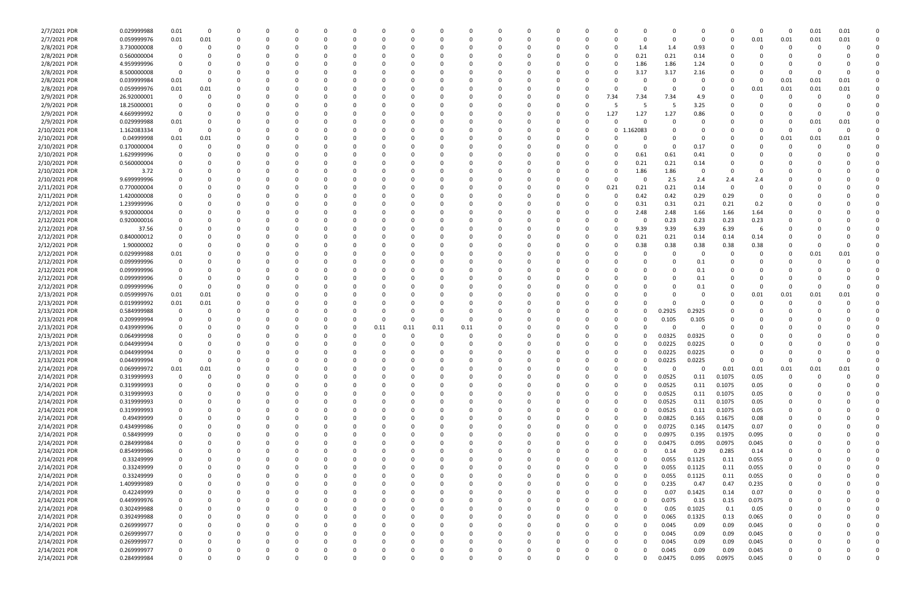| 2/7/2021 PDR | 0.029999988 | 0.01 | 0 | 0 | 0 | 0 | 0 | 0 | 0 | 0 | 0 | 0 | 0 | 0 | 0 | 0 | 0 | 0 | 0 | 0 | 0 | 0 | 0.01 | 0.01 | 0 |
|---|---|---|---|---|---|---|---|---|---|---|---|---|---|---|---|---|---|---|---|---|---|---|---|---|---|
| 2/7/2021 PDR | 0.059999976 | 0.01 | 0.01 | 0 | 0 | 0 | 0 | 0 | 0 | 0 | 0 | 0 | 0 | 0 | 0 | 0 | 0 | 0 | 0 | 0 | 0.01 | 0.01 | 0.01 | 0.01 | 0 |
| 2/8/2021 PDR | 3.730000008 | 0 | 0 | 0 | 0 | 0 | 0 | 0 | 0 | 0 | 0 | 0 | 0 | 0 | 0 | 0 | 0 | 1.4 | 1.4 | 0.93 | 0 | 0 | 0 | 0 | 0 |
| 2/8/2021 PDR | 0.560000004 | 0 | 0 | 0 | 0 | 0 | 0 | 0 | 0 | 0 | 0 | 0 | 0 | 0 | 0 | 0 | 0 | 0.21 | 0.21 | 0.14 | 0 | 0 | 0 | 0 | 0 |
| 2/8/2021 PDR | 4.959999996 | 0 | 0 | 0 | 0 | 0 | 0 | 0 | 0 | 0 | 0 | 0 | 0 | 0 | 0 | 0 | 0 | 1.86 | 1.86 | 1.24 | 0 | 0 | 0 | 0 | 0 |
| 2/8/2021 PDR | 8.500000008 | 0 | 0 | 0 | 0 | 0 | 0 | 0 | 0 | 0 | 0 | 0 | 0 | 0 | 0 | 0 | 0 | 3.17 | 3.17 | 2.16 | 0 | 0 | 0 | 0 | 0 |
| 2/8/2021 PDR | 0.039999984 | 0.01 | 0 | 0 | 0 | 0 | 0 | 0 | 0 | 0 | 0 | 0 | 0 | 0 | 0 | 0 | 0 | 0 | 0 | 0 | 0 | 0.01 | 0.01 | 0.01 | 0 |
| 2/8/2021 PDR | 0.059999976 | 0.01 | 0.01 | 0 | 0 | 0 | 0 | 0 | 0 | 0 | 0 | 0 | 0 | 0 | 0 | 0 | 0 | 0 | 0 | 0 | 0.01 | 0.01 | 0.01 | 0.01 | 0 |
| 2/9/2021 PDR | 26.92000001 | 0 | 0 | 0 | 0 | 0 | 0 | 0 | 0 | 0 | 0 | 0 | 0 | 0 | 0 | 0 | 7.34 | 7.34 | 7.34 | 4.9 | 0 | 0 | 0 | 0 | 0 |
| 2/9/2021 PDR | 18.25000001 | 0 | 0 | 0 | 0 | 0 | 0 | 0 | 0 | 0 | 0 | 0 | 0 | 0 | 0 | 0 | 5 | 5 | 5 | 3.25 | 0 | 0 | 0 | 0 | 0 |
| 2/9/2021 PDR | 4.669999992 | 0 | 0 | 0 | 0 | 0 | 0 | 0 | 0 | 0 | 0 | 0 | 0 | 0 | 0 | 0 | 1.27 | 1.27 | 1.27 | 0.86 | 0 | 0 | 0 | 0 | 0 |
| 2/9/2021 PDR | 0.029999988 | 0.01 | 0 | 0 | 0 | 0 | 0 | 0 | 0 | 0 | 0 | 0 | 0 | 0 | 0 | 0 | 0 | 0 | 0 | 0 | 0 | 0 | 0.01 | 0.01 | 0 |
| 2/10/2021 PDR | 1.162083334 | 0 | 0 | 0 | 0 | 0 | 0 | 0 | 0 | 0 | 0 | 0 | 0 | 0 | 0 | 0 | 0 | 1.162083 | 0 | 0 | 0 | 0 | 0 | 0 | 0 |
| 2/10/2021 PDR | 0.04999998 | 0.01 | 0.01 | 0 | 0 | 0 | 0 | 0 | 0 | 0 | 0 | 0 | 0 | 0 | 0 | 0 | 0 | 0 | 0 | 0 | 0 | 0.01 | 0.01 | 0.01 | 0 |
| 2/10/2021 PDR | 0.170000004 | 0 | 0 | 0 | 0 | 0 | 0 | 0 | 0 | 0 | 0 | 0 | 0 | 0 | 0 | 0 | 0 | 0 | 0 | 0.17 | 0 | 0 | 0 | 0 | 0 |
| 2/10/2021 PDR | 1.629999996 | 0 | 0 | 0 | 0 | 0 | 0 | 0 | 0 | 0 | 0 | 0 | 0 | 0 | 0 | 0 | 0 | 0.61 | 0.61 | 0.41 | 0 | 0 | 0 | 0 | 0 |
| 2/10/2021 PDR | 0.560000004 | 0 | 0 | 0 | 0 | 0 | 0 | 0 | 0 | 0 | 0 | 0 | 0 | 0 | 0 | 0 | 0 | 0.21 | 0.21 | 0.14 | 0 | 0 | 0 | 0 | 0 |
| 2/10/2021 PDR | 3.72 | 0 | 0 | 0 | 0 | 0 | 0 | 0 | 0 | 0 | 0 | 0 | 0 | 0 | 0 | 0 | 0 | 1.86 | 1.86 | 0 | 0 | 0 | 0 | 0 | 0 |
| 2/10/2021 PDR | 9.699999996 | 0 | 0 | 0 | 0 | 0 | 0 | 0 | 0 | 0 | 0 | 0 | 0 | 0 | 0 | 0 | 0 | 0 | 2.5 | 2.4 | 2.4 | 2.4 | 0 | 0 | 0 |
| 2/11/2021 PDR | 0.770000004 | 0 | 0 | 0 | 0 | 0 | 0 | 0 | 0 | 0 | 0 | 0 | 0 | 0 | 0 | 0 | 0.21 | 0.21 | 0.21 | 0.14 | 0 | 0 | 0 | 0 | 0 |
| 2/11/2021 PDR | 1.420000008 | 0 | 0 | 0 | 0 | 0 | 0 | 0 | 0 | 0 | 0 | 0 | 0 | 0 | 0 | 0 | 0 | 0.42 | 0.42 | 0.29 | 0.29 | 0 | 0 | 0 | 0 |
| 2/12/2021 PDR | 1.239999996 | 0 | 0 | 0 | 0 | 0 | 0 | 0 | 0 | 0 | 0 | 0 | 0 | 0 | 0 | 0 | 0 | 0.31 | 0.31 | 0.21 | 0.21 | 0.2 | 0 | 0 | 0 |
| 2/12/2021 PDR | 9.920000004 | 0 | 0 | 0 | 0 | 0 | 0 | 0 | 0 | 0 | 0 | 0 | 0 | 0 | 0 | 0 | 0 | 2.48 | 2.48 | 1.66 | 1.66 | 1.64 | 0 | 0 | 0 |
| 2/12/2021 PDR | 0.920000016 | 0 | 0 | 0 | 0 | 0 | 0 | 0 | 0 | 0 | 0 | 0 | 0 | 0 | 0 | 0 | 0 | 0 | 0.23 | 0.23 | 0.23 | 0.23 | 0 | 0 | 0 |
| 2/12/2021 PDR | 37.56 | 0 | 0 | 0 | 0 | 0 | 0 | 0 | 0 | 0 | 0 | 0 | 0 | 0 | 0 | 0 | 0 | 9.39 | 9.39 | 6.39 | 6.39 | 6 | 0 | 0 | 0 |
| 2/12/2021 PDR | 0.840000012 | 0 | 0 | 0 | 0 | 0 | 0 | 0 | 0 | 0 | 0 | 0 | 0 | 0 | 0 | 0 | 0 | 0.21 | 0.21 | 0.14 | 0.14 | 0.14 | 0 | 0 | 0 |
| 2/12/2021 PDR | 1.90000002 | 0 | 0 | 0 | 0 | 0 | 0 | 0 | 0 | 0 | 0 | 0 | 0 | 0 | 0 | 0 | 0 | 0.38 | 0.38 | 0.38 | 0.38 | 0.38 | 0 | 0 | 0 |
| 2/12/2021 PDR | 0.029999988 | 0.01 | 0 | 0 | 0 | 0 | 0 | 0 | 0 | 0 | 0 | 0 | 0 | 0 | 0 | 0 | 0 | 0 | 0 | 0 | 0 | 0 | 0.01 | 0.01 | 0 |
| 2/12/2021 PDR | 0.099999996 | 0 | 0 | 0 | 0 | 0 | 0 | 0 | 0 | 0 | 0 | 0 | 0 | 0 | 0 | 0 | 0 | 0 | 0 | 0.1 | 0 | 0 | 0 | 0 | 0 |
| 2/12/2021 PDR | 0.099999996 | 0 | 0 | 0 | 0 | 0 | 0 | 0 | 0 | 0 | 0 | 0 | 0 | 0 | 0 | 0 | 0 | 0 | 0 | 0.1 | 0 | 0 | 0 | 0 | 0 |
| 2/12/2021 PDR | 0.099999996 | 0 | 0 | 0 | 0 | 0 | 0 | 0 | 0 | 0 | 0 | 0 | 0 | 0 | 0 | 0 | 0 | 0 | 0 | 0.1 | 0 | 0 | 0 | 0 | 0 |
| 2/12/2021 PDR | 0.099999996 | 0 | 0 | 0 | 0 | 0 | 0 | 0 | 0 | 0 | 0 | 0 | 0 | 0 | 0 | 0 | 0 | 0 | 0 | 0.1 | 0 | 0 | 0 | 0 | 0 |
| 2/13/2021 PDR | 0.059999976 | 0.01 | 0.01 | 0 | 0 | 0 | 0 | 0 | 0 | 0 | 0 | 0 | 0 | 0 | 0 | 0 | 0 | 0 | 0 | 0 | 0.01 | 0.01 | 0.01 | 0.01 | 0 |
| 2/13/2021 PDR | 0.019999992 | 0.01 | 0.01 | 0 | 0 | 0 | 0 | 0 | 0 | 0 | 0 | 0 | 0 | 0 | 0 | 0 | 0 | 0 | 0 | 0 | 0 | 0 | 0 | 0 | 0 |
| 2/13/2021 PDR | 0.584999988 | 0 | 0 | 0 | 0 | 0 | 0 | 0 | 0 | 0 | 0 | 0 | 0 | 0 | 0 | 0 | 0 | 0 | 0.2925 | 0.2925 | 0 | 0 | 0 | 0 | 0 |
| 2/13/2021 PDR | 0.209999994 | 0 | 0 | 0 | 0 | 0 | 0 | 0 | 0 | 0 | 0 | 0 | 0 | 0 | 0 | 0 | 0 | 0 | 0.105 | 0.105 | 0 | 0 | 0 | 0 | 0 |
| 2/13/2021 PDR | 0.439999996 | 0 | 0 | 0 | 0 | 0 | 0 | 0.11 | 0.11 | 0.11 | 0.11 | 0 | 0 | 0 | 0 | 0 | 0 | 0 | 0 | 0 | 0 | 0 | 0 | 0 | 0 |
| 2/13/2021 PDR | 0.064999998 | 0 | 0 | 0 | 0 | 0 | 0 | 0 | 0 | 0 | 0 | 0 | 0 | 0 | 0 | 0 | 0 | 0 | 0.0325 | 0.0325 | 0 | 0 | 0 | 0 | 0 |
| 2/13/2021 PDR | 0.044999994 | 0 | 0 | 0 | 0 | 0 | 0 | 0 | 0 | 0 | 0 | 0 | 0 | 0 | 0 | 0 | 0 | 0 | 0.0225 | 0.0225 | 0 | 0 | 0 | 0 | 0 |
| 2/13/2021 PDR | 0.044999994 | 0 | 0 | 0 | 0 | 0 | 0 | 0 | 0 | 0 | 0 | 0 | 0 | 0 | 0 | 0 | 0 | 0 | 0.0225 | 0.0225 | 0 | 0 | 0 | 0 | 0 |
| 2/13/2021 PDR | 0.044999994 | 0 | 0 | 0 | 0 | 0 | 0 | 0 | 0 | 0 | 0 | 0 | 0 | 0 | 0 | 0 | 0 | 0 | 0.0225 | 0.0225 | 0 | 0 | 0 | 0 | 0 |
| 2/14/2021 PDR | 0.069999972 | 0.01 | 0.01 | 0 | 0 | 0 | 0 | 0 | 0 | 0 | 0 | 0 | 0 | 0 | 0 | 0 | 0 | 0 | 0 | 0 | 0.01 | 0.01 | 0.01 | 0.01 | 0.01 |
| 2/14/2021 PDR | 0.319999993 | 0 | 0 | 0 | 0 | 0 | 0 | 0 | 0 | 0 | 0 | 0 | 0 | 0 | 0 | 0 | 0 | 0 | 0.0525 | 0.11 | 0.1075 | 0.05 | 0 | 0 | 0 |
| 2/14/2021 PDR | 0.319999993 | 0 | 0 | 0 | 0 | 0 | 0 | 0 | 0 | 0 | 0 | 0 | 0 | 0 | 0 | 0 | 0 | 0 | 0.0525 | 0.11 | 0.1075 | 0.05 | 0 | 0 | 0 |
| 2/14/2021 PDR | 0.319999993 | 0 | 0 | 0 | 0 | 0 | 0 | 0 | 0 | 0 | 0 | 0 | 0 | 0 | 0 | 0 | 0 | 0 | 0.0525 | 0.11 | 0.1075 | 0.05 | 0 | 0 | 0 |
| 2/14/2021 PDR | 0.319999993 | 0 | 0 | 0 | 0 | 0 | 0 | 0 | 0 | 0 | 0 | 0 | 0 | 0 | 0 | 0 | 0 | 0 | 0.0525 | 0.11 | 0.1075 | 0.05 | 0 | 0 | 0 |
| 2/14/2021 PDR | 0.319999993 | 0 | 0 | 0 | 0 | 0 | 0 | 0 | 0 | 0 | 0 | 0 | 0 | 0 | 0 | 0 | 0 | 0 | 0.0525 | 0.11 | 0.1075 | 0.05 | 0 | 0 | 0 |
| 2/14/2021 PDR | 0.49499999 | 0 | 0 | 0 | 0 | 0 | 0 | 0 | 0 | 0 | 0 | 0 | 0 | 0 | 0 | 0 | 0 | 0 | 0.0825 | 0.165 | 0.1675 | 0.08 | 0 | 0 | 0 |
| 2/14/2021 PDR | 0.434999986 | 0 | 0 | 0 | 0 | 0 | 0 | 0 | 0 | 0 | 0 | 0 | 0 | 0 | 0 | 0 | 0 | 0 | 0.0725 | 0.145 | 0.1475 | 0.07 | 0 | 0 | 0 |
| 2/14/2021 PDR | 0.58499999 | 0 | 0 | 0 | 0 | 0 | 0 | 0 | 0 | 0 | 0 | 0 | 0 | 0 | 0 | 0 | 0 | 0 | 0.0975 | 0.195 | 0.1975 | 0.095 | 0 | 0 | 0 |
| 2/14/2021 PDR | 0.284999984 | 0 | 0 | 0 | 0 | 0 | 0 | 0 | 0 | 0 | 0 | 0 | 0 | 0 | 0 | 0 | 0 | 0 | 0.0475 | 0.095 | 0.0975 | 0.045 | 0 | 0 | 0 |
| 2/14/2021 PDR | 0.854999986 | 0 | 0 | 0 | 0 | 0 | 0 | 0 | 0 | 0 | 0 | 0 | 0 | 0 | 0 | 0 | 0 | 0 | 0.14 | 0.29 | 0.285 | 0.14 | 0 | 0 | 0 |
| 2/14/2021 PDR | 0.33249999 | 0 | 0 | 0 | 0 | 0 | 0 | 0 | 0 | 0 | 0 | 0 | 0 | 0 | 0 | 0 | 0 | 0 | 0.055 | 0.1125 | 0.11 | 0.055 | 0 | 0 | 0 |
| 2/14/2021 PDR | 0.33249999 | 0 | 0 | 0 | 0 | 0 | 0 | 0 | 0 | 0 | 0 | 0 | 0 | 0 | 0 | 0 | 0 | 0 | 0.055 | 0.1125 | 0.11 | 0.055 | 0 | 0 | 0 |
| 2/14/2021 PDR | 0.33249999 | 0 | 0 | 0 | 0 | 0 | 0 | 0 | 0 | 0 | 0 | 0 | 0 | 0 | 0 | 0 | 0 | 0 | 0.055 | 0.1125 | 0.11 | 0.055 | 0 | 0 | 0 |
| 2/14/2021 PDR | 1.409999989 | 0 | 0 | 0 | 0 | 0 | 0 | 0 | 0 | 0 | 0 | 0 | 0 | 0 | 0 | 0 | 0 | 0 | 0.235 | 0.47 | 0.47 | 0.235 | 0 | 0 | 0 |
| 2/14/2021 PDR | 0.42249999 | 0 | 0 | 0 | 0 | 0 | 0 | 0 | 0 | 0 | 0 | 0 | 0 | 0 | 0 | 0 | 0 | 0 | 0.07 | 0.1425 | 0.14 | 0.07 | 0 | 0 | 0 |
| 2/14/2021 PDR | 0.449999976 | 0 | 0 | 0 | 0 | 0 | 0 | 0 | 0 | 0 | 0 | 0 | 0 | 0 | 0 | 0 | 0 | 0 | 0.075 | 0.15 | 0.15 | 0.075 | 0 | 0 | 0 |
| 2/14/2021 PDR | 0.302499988 | 0 | 0 | 0 | 0 | 0 | 0 | 0 | 0 | 0 | 0 | 0 | 0 | 0 | 0 | 0 | 0 | 0 | 0.05 | 0.1025 | 0.1 | 0.05 | 0 | 0 | 0 |
| 2/14/2021 PDR | 0.392499988 | 0 | 0 | 0 | 0 | 0 | 0 | 0 | 0 | 0 | 0 | 0 | 0 | 0 | 0 | 0 | 0 | 0 | 0.065 | 0.1325 | 0.13 | 0.065 | 0 | 0 | 0 |
| 2/14/2021 PDR | 0.269999977 | 0 | 0 | 0 | 0 | 0 | 0 | 0 | 0 | 0 | 0 | 0 | 0 | 0 | 0 | 0 | 0 | 0 | 0.045 | 0.09 | 0.09 | 0.045 | 0 | 0 | 0 |
| 2/14/2021 PDR | 0.269999977 | 0 | 0 | 0 | 0 | 0 | 0 | 0 | 0 | 0 | 0 | 0 | 0 | 0 | 0 | 0 | 0 | 0 | 0.045 | 0.09 | 0.09 | 0.045 | 0 | 0 | 0 |
| 2/14/2021 PDR | 0.269999977 | 0 | 0 | 0 | 0 | 0 | 0 | 0 | 0 | 0 | 0 | 0 | 0 | 0 | 0 | 0 | 0 | 0 | 0.045 | 0.09 | 0.09 | 0.045 | 0 | 0 | 0 |
| 2/14/2021 PDR | 0.269999977 | 0 | 0 | 0 | 0 | 0 | 0 | 0 | 0 | 0 | 0 | 0 | 0 | 0 | 0 | 0 | 0 | 0 | 0.045 | 0.09 | 0.09 | 0.045 | 0 | 0 | 0 |
| 2/14/2021 PDR | 0.284999984 | 0 | 0 | 0 | 0 | 0 | 0 | 0 | 0 | 0 | 0 | 0 | 0 | 0 | 0 | 0 | 0 | 0 | 0.0475 | 0.095 | 0.0975 | 0.045 | 0 | 0 | 0 |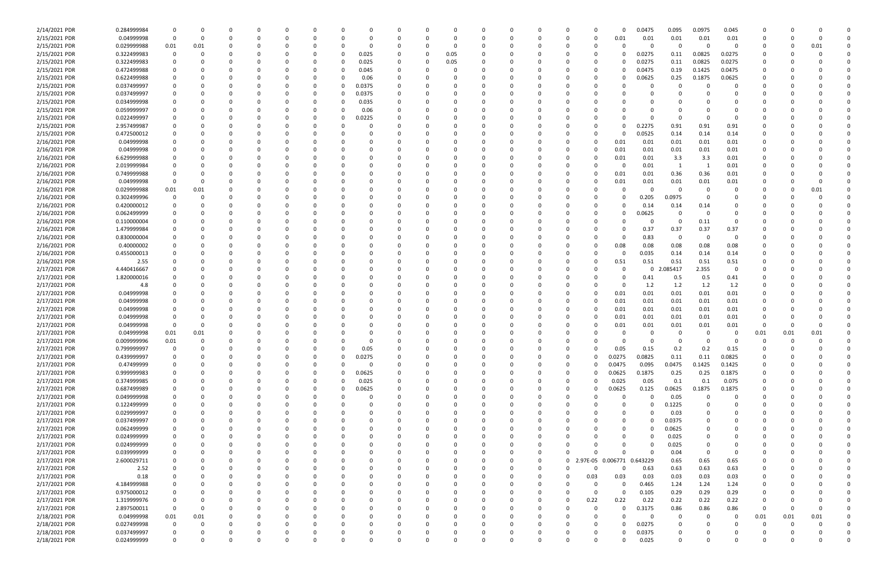| | | | | | | | | | | | | | | | | | | | | | | | | | | | |
|---|---|---|---|---|---|---|---|---|---|---|---|---|---|---|---|---|---|---|---|---|---|---|---|---|---|---|---|
| 2/14/2021 PDR | 0.284999984 | 0 | 0 | 0 | 0 | 0 | 0 | 0 | 0 | 0 | 0 | 0 | 0 | 0 | 0 | 0 | 0 | 0 | 0 | 0.0475 | 0.095 | 0.0975 | 0.045 | 0 | 0 | 0 | 0 |
| 2/15/2021 PDR | 0.04999998 | 0 | 0 | 0 | 0 | 0 | 0 | 0 | 0 | 0 | 0 | 0 | 0 | 0 | 0 | 0 | 0 | 0 | 0.01 | 0.01 | 0.01 | 0.01 | 0.01 | 0 | 0 | 0 | 0 |
| 2/15/2021 PDR | 0.029999988 | 0.01 | 0.01 | 0 | 0 | 0 | 0 | 0 | 0 | 0 | 0 | 0 | 0 | 0 | 0 | 0 | 0 | 0 | 0 | 0 | 0 | 0 | 0 | 0 | 0 | 0.01 | 0 |
| 2/15/2021 PDR | 0.322499983 | 0 | 0 | 0 | 0 | 0 | 0 | 0 | 0.025 | 0 | 0 | 0.05 | 0 | 0 | 0 | 0 | 0 | 0 | 0 | 0.0275 | 0.11 | 0.0825 | 0.0275 | 0 | 0 | 0 | 0 |
| 2/15/2021 PDR | 0.322499983 | 0 | 0 | 0 | 0 | 0 | 0 | 0 | 0.025 | 0 | 0 | 0.05 | 0 | 0 | 0 | 0 | 0 | 0 | 0 | 0.0275 | 0.11 | 0.0825 | 0.0275 | 0 | 0 | 0 | 0 |
| 2/15/2021 PDR | 0.472499988 | 0 | 0 | 0 | 0 | 0 | 0 | 0 | 0.045 | 0 | 0 | 0 | 0 | 0 | 0 | 0 | 0 | 0 | 0 | 0.0475 | 0.19 | 0.1425 | 0.0475 | 0 | 0 | 0 | 0 |
| 2/15/2021 PDR | 0.622499988 | 0 | 0 | 0 | 0 | 0 | 0 | 0 | 0.06 | 0 | 0 | 0 | 0 | 0 | 0 | 0 | 0 | 0 | 0 | 0.0625 | 0.25 | 0.1875 | 0.0625 | 0 | 0 | 0 | 0 |
| 2/15/2021 PDR | 0.037499997 | 0 | 0 | 0 | 0 | 0 | 0 | 0 | 0.0375 | 0 | 0 | 0 | 0 | 0 | 0 | 0 | 0 | 0 | 0 | 0 | 0 | 0 | 0 | 0 | 0 | 0 | 0 |
| 2/15/2021 PDR | 0.037499997 | 0 | 0 | 0 | 0 | 0 | 0 | 0 | 0.0375 | 0 | 0 | 0 | 0 | 0 | 0 | 0 | 0 | 0 | 0 | 0 | 0 | 0 | 0 | 0 | 0 | 0 | 0 |
| 2/15/2021 PDR | 0.034999998 | 0 | 0 | 0 | 0 | 0 | 0 | 0 | 0.035 | 0 | 0 | 0 | 0 | 0 | 0 | 0 | 0 | 0 | 0 | 0 | 0 | 0 | 0 | 0 | 0 | 0 | 0 |
| 2/15/2021 PDR | 0.059999997 | 0 | 0 | 0 | 0 | 0 | 0 | 0 | 0.06 | 0 | 0 | 0 | 0 | 0 | 0 | 0 | 0 | 0 | 0 | 0 | 0 | 0 | 0 | 0 | 0 | 0 | 0 |
| 2/15/2021 PDR | 0.022499997 | 0 | 0 | 0 | 0 | 0 | 0 | 0 | 0.0225 | 0 | 0 | 0 | 0 | 0 | 0 | 0 | 0 | 0 | 0 | 0 | 0 | 0 | 0 | 0 | 0 | 0 | 0 |
| 2/15/2021 PDR | 2.957499987 | 0 | 0 | 0 | 0 | 0 | 0 | 0 | 0 | 0 | 0 | 0 | 0 | 0 | 0 | 0 | 0 | 0 | 0 | 0.2275 | 0.91 | 0.91 | 0.91 | 0 | 0 | 0 | 0 |
| 2/15/2021 PDR | 0.472500012 | 0 | 0 | 0 | 0 | 0 | 0 | 0 | 0 | 0 | 0 | 0 | 0 | 0 | 0 | 0 | 0 | 0 | 0 | 0.0525 | 0.14 | 0.14 | 0.14 | 0 | 0 | 0 | 0 |
| 2/16/2021 PDR | 0.04999998 | 0 | 0 | 0 | 0 | 0 | 0 | 0 | 0 | 0 | 0 | 0 | 0 | 0 | 0 | 0 | 0 | 0 | 0.01 | 0.01 | 0.01 | 0.01 | 0.01 | 0 | 0 | 0 | 0 |
| 2/16/2021 PDR | 0.04999998 | 0 | 0 | 0 | 0 | 0 | 0 | 0 | 0 | 0 | 0 | 0 | 0 | 0 | 0 | 0 | 0 | 0 | 0.01 | 0.01 | 0.01 | 0.01 | 0.01 | 0 | 0 | 0 | 0 |
| 2/16/2021 PDR | 6.629999988 | 0 | 0 | 0 | 0 | 0 | 0 | 0 | 0 | 0 | 0 | 0 | 0 | 0 | 0 | 0 | 0 | 0 | 0.01 | 0.01 | 3.3 | 3.3 | 0.01 | 0 | 0 | 0 | 0 |
| 2/16/2021 PDR | 2.019999984 | 0 | 0 | 0 | 0 | 0 | 0 | 0 | 0 | 0 | 0 | 0 | 0 | 0 | 0 | 0 | 0 | 0 | 0 | 0.01 | 1 | 1 | 0.01 | 0 | 0 | 0 | 0 |
| 2/16/2021 PDR | 0.749999988 | 0 | 0 | 0 | 0 | 0 | 0 | 0 | 0 | 0 | 0 | 0 | 0 | 0 | 0 | 0 | 0 | 0 | 0.01 | 0.01 | 0.36 | 0.36 | 0.01 | 0 | 0 | 0 | 0 |
| 2/16/2021 PDR | 0.04999998 | 0 | 0 | 0 | 0 | 0 | 0 | 0 | 0 | 0 | 0 | 0 | 0 | 0 | 0 | 0 | 0 | 0 | 0.01 | 0.01 | 0.01 | 0.01 | 0.01 | 0 | 0 | 0 | 0 |
| 2/16/2021 PDR | 0.029999988 | 0.01 | 0.01 | 0 | 0 | 0 | 0 | 0 | 0 | 0 | 0 | 0 | 0 | 0 | 0 | 0 | 0 | 0 | 0 | 0 | 0 | 0 | 0 | 0 | 0 | 0.01 | 0 |
| 2/16/2021 PDR | 0.302499996 | 0 | 0 | 0 | 0 | 0 | 0 | 0 | 0 | 0 | 0 | 0 | 0 | 0 | 0 | 0 | 0 | 0 | 0 | 0.205 | 0.0975 | 0 | 0 | 0 | 0 | 0 | 0 |
| 2/16/2021 PDR | 0.420000012 | 0 | 0 | 0 | 0 | 0 | 0 | 0 | 0 | 0 | 0 | 0 | 0 | 0 | 0 | 0 | 0 | 0 | 0 | 0.14 | 0.14 | 0.14 | 0 | 0 | 0 | 0 | 0 |
| 2/16/2021 PDR | 0.062499999 | 0 | 0 | 0 | 0 | 0 | 0 | 0 | 0 | 0 | 0 | 0 | 0 | 0 | 0 | 0 | 0 | 0 | 0 | 0.0625 | 0 | 0 | 0 | 0 | 0 | 0 | 0 |
| 2/16/2021 PDR | 0.110000004 | 0 | 0 | 0 | 0 | 0 | 0 | 0 | 0 | 0 | 0 | 0 | 0 | 0 | 0 | 0 | 0 | 0 | 0 | 0 | 0 | 0.11 | 0 | 0 | 0 | 0 | 0 |
| 2/16/2021 PDR | 1.479999984 | 0 | 0 | 0 | 0 | 0 | 0 | 0 | 0 | 0 | 0 | 0 | 0 | 0 | 0 | 0 | 0 | 0 | 0 | 0.37 | 0.37 | 0.37 | 0.37 | 0 | 0 | 0 | 0 |
| 2/16/2021 PDR | 0.830000004 | 0 | 0 | 0 | 0 | 0 | 0 | 0 | 0 | 0 | 0 | 0 | 0 | 0 | 0 | 0 | 0 | 0 | 0 | 0.83 | 0 | 0 | 0 | 0 | 0 | 0 | 0 |
| 2/16/2021 PDR | 0.40000002 | 0 | 0 | 0 | 0 | 0 | 0 | 0 | 0 | 0 | 0 | 0 | 0 | 0 | 0 | 0 | 0 | 0 | 0.08 | 0.08 | 0.08 | 0.08 | 0.08 | 0 | 0 | 0 | 0 |
| 2/16/2021 PDR | 0.455000013 | 0 | 0 | 0 | 0 | 0 | 0 | 0 | 0 | 0 | 0 | 0 | 0 | 0 | 0 | 0 | 0 | 0 | 0 | 0.035 | 0.14 | 0.14 | 0.14 | 0 | 0 | 0 | 0 |
| 2/16/2021 PDR | 2.55 | 0 | 0 | 0 | 0 | 0 | 0 | 0 | 0 | 0 | 0 | 0 | 0 | 0 | 0 | 0 | 0 | 0 | 0.51 | 0.51 | 0.51 | 0.51 | 0.51 | 0 | 0 | 0 | 0 |
| 2/17/2021 PDR | 4.440416667 | 0 | 0 | 0 | 0 | 0 | 0 | 0 | 0 | 0 | 0 | 0 | 0 | 0 | 0 | 0 | 0 | 0 | 0 | 0 | 2.085417 | 2.355 | 0 | 0 | 0 | 0 | 0 |
| 2/17/2021 PDR | 1.820000016 | 0 | 0 | 0 | 0 | 0 | 0 | 0 | 0 | 0 | 0 | 0 | 0 | 0 | 0 | 0 | 0 | 0 | 0 | 0.41 | 0.5 | 0.5 | 0.41 | 0 | 0 | 0 | 0 |
| 2/17/2021 PDR | 4.8 | 0 | 0 | 0 | 0 | 0 | 0 | 0 | 0 | 0 | 0 | 0 | 0 | 0 | 0 | 0 | 0 | 0 | 0 | 1.2 | 1.2 | 1.2 | 1.2 | 0 | 0 | 0 | 0 |
| 2/17/2021 PDR | 0.04999998 | 0 | 0 | 0 | 0 | 0 | 0 | 0 | 0 | 0 | 0 | 0 | 0 | 0 | 0 | 0 | 0 | 0 | 0.01 | 0.01 | 0.01 | 0.01 | 0.01 | 0 | 0 | 0 | 0 |
| 2/17/2021 PDR | 0.04999998 | 0 | 0 | 0 | 0 | 0 | 0 | 0 | 0 | 0 | 0 | 0 | 0 | 0 | 0 | 0 | 0 | 0 | 0.01 | 0.01 | 0.01 | 0.01 | 0.01 | 0 | 0 | 0 | 0 |
| 2/17/2021 PDR | 0.04999998 | 0 | 0 | 0 | 0 | 0 | 0 | 0 | 0 | 0 | 0 | 0 | 0 | 0 | 0 | 0 | 0 | 0 | 0.01 | 0.01 | 0.01 | 0.01 | 0.01 | 0 | 0 | 0 | 0 |
| 2/17/2021 PDR | 0.04999998 | 0 | 0 | 0 | 0 | 0 | 0 | 0 | 0 | 0 | 0 | 0 | 0 | 0 | 0 | 0 | 0 | 0 | 0.01 | 0.01 | 0.01 | 0.01 | 0.01 | 0 | 0 | 0 | 0 |
| 2/17/2021 PDR | 0.04999998 | 0 | 0 | 0 | 0 | 0 | 0 | 0 | 0 | 0 | 0 | 0 | 0 | 0 | 0 | 0 | 0 | 0 | 0.01 | 0.01 | 0.01 | 0.01 | 0.01 | 0 | 0 | 0 | 0 |
| 2/17/2021 PDR | 0.04999998 | 0.01 | 0.01 | 0 | 0 | 0 | 0 | 0 | 0 | 0 | 0 | 0 | 0 | 0 | 0 | 0 | 0 | 0 | 0 | 0 | 0 | 0 | 0 | 0.01 | 0.01 | 0.01 | 0 |
| 2/17/2021 PDR | 0.009999996 | 0.01 | 0 | 0 | 0 | 0 | 0 | 0 | 0 | 0 | 0 | 0 | 0 | 0 | 0 | 0 | 0 | 0 | 0 | 0 | 0 | 0 | 0 | 0 | 0 | 0 | 0 |
| 2/17/2021 PDR | 0.799999997 | 0 | 0 | 0 | 0 | 0 | 0 | 0 | 0.05 | 0 | 0 | 0 | 0 | 0 | 0 | 0 | 0 | 0 | 0.05 | 0.15 | 0.2 | 0.2 | 0.15 | 0 | 0 | 0 | 0 |
| 2/17/2021 PDR | 0.439999997 | 0 | 0 | 0 | 0 | 0 | 0 | 0 | 0.0275 | 0 | 0 | 0 | 0 | 0 | 0 | 0 | 0 | 0 | 0.0275 | 0.0825 | 0.11 | 0.11 | 0.0825 | 0 | 0 | 0 | 0 |
| 2/17/2021 PDR | 0.47499999 | 0 | 0 | 0 | 0 | 0 | 0 | 0 | 0 | 0 | 0 | 0 | 0 | 0 | 0 | 0 | 0 | 0 | 0.0475 | 0.095 | 0.0475 | 0.1425 | 0.1425 | 0 | 0 | 0 | 0 |
| 2/17/2021 PDR | 0.999999983 | 0 | 0 | 0 | 0 | 0 | 0 | 0 | 0.0625 | 0 | 0 | 0 | 0 | 0 | 0 | 0 | 0 | 0 | 0.0625 | 0.1875 | 0.25 | 0.25 | 0.1875 | 0 | 0 | 0 | 0 |
| 2/17/2021 PDR | 0.374999985 | 0 | 0 | 0 | 0 | 0 | 0 | 0 | 0.025 | 0 | 0 | 0 | 0 | 0 | 0 | 0 | 0 | 0 | 0.025 | 0.05 | 0.1 | 0.1 | 0.075 | 0 | 0 | 0 | 0 |
| 2/17/2021 PDR | 0.687499989 | 0 | 0 | 0 | 0 | 0 | 0 | 0 | 0.0625 | 0 | 0 | 0 | 0 | 0 | 0 | 0 | 0 | 0 | 0.0625 | 0.125 | 0.0625 | 0.1875 | 0.1875 | 0 | 0 | 0 | 0 |
| 2/17/2021 PDR | 0.049999998 | 0 | 0 | 0 | 0 | 0 | 0 | 0 | 0 | 0 | 0 | 0 | 0 | 0 | 0 | 0 | 0 | 0 | 0 | 0 | 0.05 | 0 | 0 | 0 | 0 | 0 | 0 |
| 2/17/2021 PDR | 0.122499999 | 0 | 0 | 0 | 0 | 0 | 0 | 0 | 0 | 0 | 0 | 0 | 0 | 0 | 0 | 0 | 0 | 0 | 0 | 0 | 0.1225 | 0 | 0 | 0 | 0 | 0 | 0 |
| 2/17/2021 PDR | 0.029999997 | 0 | 0 | 0 | 0 | 0 | 0 | 0 | 0 | 0 | 0 | 0 | 0 | 0 | 0 | 0 | 0 | 0 | 0 | 0 | 0.03 | 0 | 0 | 0 | 0 | 0 | 0 |
| 2/17/2021 PDR | 0.037499997 | 0 | 0 | 0 | 0 | 0 | 0 | 0 | 0 | 0 | 0 | 0 | 0 | 0 | 0 | 0 | 0 | 0 | 0 | 0 | 0.0375 | 0 | 0 | 0 | 0 | 0 | 0 |
| 2/17/2021 PDR | 0.062499999 | 0 | 0 | 0 | 0 | 0 | 0 | 0 | 0 | 0 | 0 | 0 | 0 | 0 | 0 | 0 | 0 | 0 | 0 | 0 | 0.0625 | 0 | 0 | 0 | 0 | 0 | 0 |
| 2/17/2021 PDR | 0.024999999 | 0 | 0 | 0 | 0 | 0 | 0 | 0 | 0 | 0 | 0 | 0 | 0 | 0 | 0 | 0 | 0 | 0 | 0 | 0 | 0.025 | 0 | 0 | 0 | 0 | 0 | 0 |
| 2/17/2021 PDR | 0.024999999 | 0 | 0 | 0 | 0 | 0 | 0 | 0 | 0 | 0 | 0 | 0 | 0 | 0 | 0 | 0 | 0 | 0 | 0 | 0 | 0.025 | 0 | 0 | 0 | 0 | 0 | 0 |
| 2/17/2021 PDR | 0.039999999 | 0 | 0 | 0 | 0 | 0 | 0 | 0 | 0 | 0 | 0 | 0 | 0 | 0 | 0 | 0 | 0 | 0 | 0 | 0 | 0.04 | 0 | 0 | 0 | 0 | 0 | 0 |
| 2/17/2021 PDR | 2.600029711 | 0 | 0 | 0 | 0 | 0 | 0 | 0 | 0 | 0 | 0 | 0 | 0 | 0 | 0 | 0 | 0 | 2.97E-05 | 0.006771 | 0.643229 | 0.65 | 0.65 | 0.65 | 0 | 0 | 0 | 0 |
| 2/17/2021 PDR | 2.52 | 0 | 0 | 0 | 0 | 0 | 0 | 0 | 0 | 0 | 0 | 0 | 0 | 0 | 0 | 0 | 0 | 0 | 0 | 0.63 | 0.63 | 0.63 | 0.63 | 0 | 0 | 0 | 0 |
| 2/17/2021 PDR | 0.18 | 0 | 0 | 0 | 0 | 0 | 0 | 0 | 0 | 0 | 0 | 0 | 0 | 0 | 0 | 0 | 0 | 0.03 | 0.03 | 0.03 | 0.03 | 0.03 | 0.03 | 0 | 0 | 0 | 0 |
| 2/17/2021 PDR | 4.184999988 | 0 | 0 | 0 | 0 | 0 | 0 | 0 | 0 | 0 | 0 | 0 | 0 | 0 | 0 | 0 | 0 | 0 | 0 | 0.465 | 1.24 | 1.24 | 1.24 | 0 | 0 | 0 | 0 |
| 2/17/2021 PDR | 0.975000012 | 0 | 0 | 0 | 0 | 0 | 0 | 0 | 0 | 0 | 0 | 0 | 0 | 0 | 0 | 0 | 0 | 0 | 0 | 0.105 | 0.29 | 0.29 | 0.29 | 0 | 0 | 0 | 0 |
| 2/17/2021 PDR | 1.319999976 | 0 | 0 | 0 | 0 | 0 | 0 | 0 | 0 | 0 | 0 | 0 | 0 | 0 | 0 | 0 | 0 | 0.22 | 0.22 | 0.22 | 0.22 | 0.22 | 0.22 | 0 | 0 | 0 | 0 |
| 2/17/2021 PDR | 2.897500011 | 0 | 0 | 0 | 0 | 0 | 0 | 0 | 0 | 0 | 0 | 0 | 0 | 0 | 0 | 0 | 0 | 0 | 0 | 0.3175 | 0.86 | 0.86 | 0.86 | 0 | 0 | 0 | 0 |
| 2/18/2021 PDR | 0.04999998 | 0.01 | 0.01 | 0 | 0 | 0 | 0 | 0 | 0 | 0 | 0 | 0 | 0 | 0 | 0 | 0 | 0 | 0 | 0 | 0 | 0 | 0 | 0 | 0.01 | 0.01 | 0.01 | 0 |
| 2/18/2021 PDR | 0.027499998 | 0 | 0 | 0 | 0 | 0 | 0 | 0 | 0 | 0 | 0 | 0 | 0 | 0 | 0 | 0 | 0 | 0 | 0 | 0.0275 | 0 | 0 | 0 | 0 | 0 | 0 | 0 |
| 2/18/2021 PDR | 0.037499997 | 0 | 0 | 0 | 0 | 0 | 0 | 0 | 0 | 0 | 0 | 0 | 0 | 0 | 0 | 0 | 0 | 0 | 0 | 0.0375 | 0 | 0 | 0 | 0 | 0 | 0 | 0 |
| 2/18/2021 PDR | 0.024999999 | 0 | 0 | 0 | 0 | 0 | 0 | 0 | 0 | 0 | 0 | 0 | 0 | 0 | 0 | 0 | 0 | 0 | 0 | 0.025 | 0 | 0 | 0 | 0 | 0 | 0 | 0 |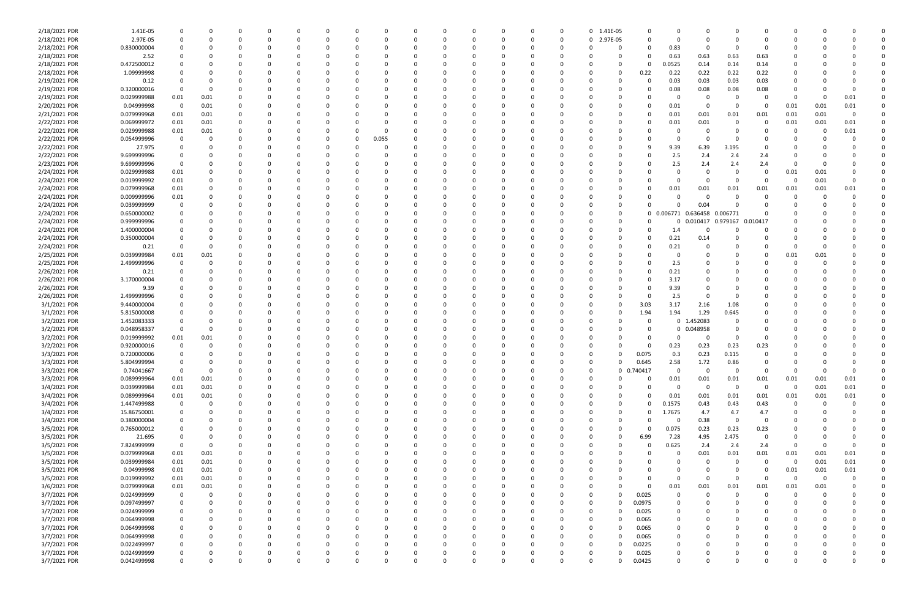| | | | | | | | | | | | | | | | | | | | | | | | | | | | |
|---|---|---|---|---|---|---|---|---|---|---|---|---|---|---|---|---|---|---|---|---|---|---|---|---|---|---|---|
| 2/18/2021 | PDR | 1.41E-05 | 0 | 0 | 0 | 0 | 0 | 0 | 0 | 0 | 0 | 0 | 0 | 0 | 0 | 0 | 0 | 0 | 1.41E-05 | 0 | 0 | 0 | 0 | 0 | 0 | 0 | 0 | 0 |
| 2/18/2021 | PDR | 2.97E-05 | 0 | 0 | 0 | 0 | 0 | 0 | 0 | 0 | 0 | 0 | 0 | 0 | 0 | 0 | 0 | 0 | 2.97E-05 | 0 | 0 | 0 | 0 | 0 | 0 | 0 | 0 | 0 |
| 2/18/2021 | PDR | 0.830000004 | 0 | 0 | 0 | 0 | 0 | 0 | 0 | 0 | 0 | 0 | 0 | 0 | 0 | 0 | 0 | 0 | 0 | 0 | 0.83 | 0 | 0 | 0 | 0 | 0 | 0 | 0 |
| 2/18/2021 | PDR | 2.52 | 0 | 0 | 0 | 0 | 0 | 0 | 0 | 0 | 0 | 0 | 0 | 0 | 0 | 0 | 0 | 0 | 0 | 0 | 0.63 | 0.63 | 0.63 | 0.63 | 0 | 0 | 0 | 0 |
| 2/18/2021 | PDR | 0.472500012 | 0 | 0 | 0 | 0 | 0 | 0 | 0 | 0 | 0 | 0 | 0 | 0 | 0 | 0 | 0 | 0 | 0 | 0 | 0.0525 | 0.14 | 0.14 | 0.14 | 0 | 0 | 0 | 0 |
| 2/18/2021 | PDR | 1.09999998 | 0 | 0 | 0 | 0 | 0 | 0 | 0 | 0 | 0 | 0 | 0 | 0 | 0 | 0 | 0 | 0 | 0 | 0.22 | 0.22 | 0.22 | 0.22 | 0.22 | 0 | 0 | 0 | 0 |
| 2/19/2021 | PDR | 0.12 | 0 | 0 | 0 | 0 | 0 | 0 | 0 | 0 | 0 | 0 | 0 | 0 | 0 | 0 | 0 | 0 | 0 | 0 | 0.03 | 0.03 | 0.03 | 0.03 | 0 | 0 | 0 | 0 |
| 2/19/2021 | PDR | 0.320000016 | 0 | 0 | 0 | 0 | 0 | 0 | 0 | 0 | 0 | 0 | 0 | 0 | 0 | 0 | 0 | 0 | 0 | 0 | 0.08 | 0.08 | 0.08 | 0.08 | 0 | 0 | 0 | 0 |
| 2/19/2021 | PDR | 0.029999988 | 0.01 | 0.01 | 0 | 0 | 0 | 0 | 0 | 0 | 0 | 0 | 0 | 0 | 0 | 0 | 0 | 0 | 0 | 0 | 0 | 0 | 0 | 0 | 0 | 0 | 0.01 | 0 |
| 2/20/2021 | PDR | 0.04999998 | 0 | 0.01 | 0 | 0 | 0 | 0 | 0 | 0 | 0 | 0 | 0 | 0 | 0 | 0 | 0 | 0 | 0 | 0 | 0.01 | 0 | 0 | 0 | 0.01 | 0.01 | 0.01 | 0 |
| 2/21/2021 | PDR | 0.079999968 | 0.01 | 0.01 | 0 | 0 | 0 | 0 | 0 | 0 | 0 | 0 | 0 | 0 | 0 | 0 | 0 | 0 | 0 | 0 | 0.01 | 0.01 | 0.01 | 0.01 | 0.01 | 0.01 | 0 | 0 |
| 2/22/2021 | PDR | 0.069999972 | 0.01 | 0.01 | 0 | 0 | 0 | 0 | 0 | 0 | 0 | 0 | 0 | 0 | 0 | 0 | 0 | 0 | 0 | 0 | 0.01 | 0.01 | 0 | 0 | 0.01 | 0.01 | 0.01 | 0 |
| 2/22/2021 | PDR | 0.029999988 | 0.01 | 0.01 | 0 | 0 | 0 | 0 | 0 | 0 | 0 | 0 | 0 | 0 | 0 | 0 | 0 | 0 | 0 | 0 | 0 | 0 | 0 | 0 | 0 | 0 | 0.01 | 0 |
| 2/22/2021 | PDR | 0.054999996 | 0 | 0 | 0 | 0 | 0 | 0 | 0 | 0 | 0.055 | 0 | 0 | 0 | 0 | 0 | 0 | 0 | 0 | 0 | 0 | 0 | 0 | 0 | 0 | 0 | 0 | 0 |
| 2/22/2021 | PDR | 27.975 | 0 | 0 | 0 | 0 | 0 | 0 | 0 | 0 | 0 | 0 | 0 | 0 | 0 | 0 | 0 | 0 | 0 | 9 | 9.39 | 6.39 | 3.195 | 0 | 0 | 0 | 0 | 0 |
| 2/22/2021 | PDR | 9.699999996 | 0 | 0 | 0 | 0 | 0 | 0 | 0 | 0 | 0 | 0 | 0 | 0 | 0 | 0 | 0 | 0 | 0 | 0 | 2.5 | 2.4 | 2.4 | 2.4 | 0 | 0 | 0 | 0 |
| 2/23/2021 | PDR | 9.699999996 | 0 | 0 | 0 | 0 | 0 | 0 | 0 | 0 | 0 | 0 | 0 | 0 | 0 | 0 | 0 | 0 | 0 | 0 | 2.5 | 2.4 | 2.4 | 2.4 | 0 | 0 | 0 | 0 |
| 2/24/2021 | PDR | 0.029999988 | 0.01 | 0 | 0 | 0 | 0 | 0 | 0 | 0 | 0 | 0 | 0 | 0 | 0 | 0 | 0 | 0 | 0 | 0 | 0 | 0 | 0 | 0 | 0.01 | 0.01 | 0 | 0 |
| 2/24/2021 | PDR | 0.019999992 | 0.01 | 0 | 0 | 0 | 0 | 0 | 0 | 0 | 0 | 0 | 0 | 0 | 0 | 0 | 0 | 0 | 0 | 0 | 0 | 0 | 0 | 0 | 0 | 0.01 | 0 | 0 |
| 2/24/2021 | PDR | 0.079999968 | 0.01 | 0 | 0 | 0 | 0 | 0 | 0 | 0 | 0 | 0 | 0 | 0 | 0 | 0 | 0 | 0 | 0 | 0 | 0.01 | 0.01 | 0.01 | 0.01 | 0.01 | 0.01 | 0.01 | 0 |
| 2/24/2021 | PDR | 0.009999996 | 0.01 | 0 | 0 | 0 | 0 | 0 | 0 | 0 | 0 | 0 | 0 | 0 | 0 | 0 | 0 | 0 | 0 | 0 | 0 | 0 | 0 | 0 | 0 | 0 | 0 | 0 |
| 2/24/2021 | PDR | 0.03999999 | 0 | 0 | 0 | 0 | 0 | 0 | 0 | 0 | 0 | 0 | 0 | 0 | 0 | 0 | 0 | 0 | 0 | 0 | 0 | 0.04 | 0 | 0 | 0 | 0 | 0 | 0 |
| 2/24/2021 | PDR | 0.650000002 | 0 | 0 | 0 | 0 | 0 | 0 | 0 | 0 | 0 | 0 | 0 | 0 | 0 | 0 | 0 | 0 | 0 | 0 | 0.006771 | 0.636458 | 0.006771 | 0 | 0 | 0 | 0 | 0 |
| 2/24/2021 | PDR | 0.999999996 | 0 | 0 | 0 | 0 | 0 | 0 | 0 | 0 | 0 | 0 | 0 | 0 | 0 | 0 | 0 | 0 | 0 | 0 | 0 | 0.010417 | 0.979167 | 0.010417 | 0 | 0 | 0 | 0 |
| 2/24/2021 | PDR | 1.400000004 | 0 | 0 | 0 | 0 | 0 | 0 | 0 | 0 | 0 | 0 | 0 | 0 | 0 | 0 | 0 | 0 | 0 | 0 | 1.4 | 0 | 0 | 0 | 0 | 0 | 0 | 0 |
| 2/24/2021 | PDR | 0.350000004 | 0 | 0 | 0 | 0 | 0 | 0 | 0 | 0 | 0 | 0 | 0 | 0 | 0 | 0 | 0 | 0 | 0 | 0 | 0.21 | 0.14 | 0 | 0 | 0 | 0 | 0 | 0 |
| 2/24/2021 | PDR | 0.21 | 0 | 0 | 0 | 0 | 0 | 0 | 0 | 0 | 0 | 0 | 0 | 0 | 0 | 0 | 0 | 0 | 0 | 0 | 0.21 | 0 | 0 | 0 | 0 | 0 | 0 | 0 |
| 2/25/2021 | PDR | 0.039999984 | 0.01 | 0.01 | 0 | 0 | 0 | 0 | 0 | 0 | 0 | 0 | 0 | 0 | 0 | 0 | 0 | 0 | 0 | 0 | 0 | 0 | 0 | 0 | 0.01 | 0.01 | 0 | 0 |
| 2/25/2021 | PDR | 2.499999996 | 0 | 0 | 0 | 0 | 0 | 0 | 0 | 0 | 0 | 0 | 0 | 0 | 0 | 0 | 0 | 0 | 0 | 0 | 2.5 | 0 | 0 | 0 | 0 | 0 | 0 | 0 |
| 2/26/2021 | PDR | 0.21 | 0 | 0 | 0 | 0 | 0 | 0 | 0 | 0 | 0 | 0 | 0 | 0 | 0 | 0 | 0 | 0 | 0 | 0 | 0.21 | 0 | 0 | 0 | 0 | 0 | 0 | 0 |
| 2/26/2021 | PDR | 3.170000004 | 0 | 0 | 0 | 0 | 0 | 0 | 0 | 0 | 0 | 0 | 0 | 0 | 0 | 0 | 0 | 0 | 0 | 0 | 3.17 | 0 | 0 | 0 | 0 | 0 | 0 | 0 |
| 2/26/2021 | PDR | 9.39 | 0 | 0 | 0 | 0 | 0 | 0 | 0 | 0 | 0 | 0 | 0 | 0 | 0 | 0 | 0 | 0 | 0 | 0 | 9.39 | 0 | 0 | 0 | 0 | 0 | 0 | 0 |
| 2/26/2021 | PDR | 2.499999996 | 0 | 0 | 0 | 0 | 0 | 0 | 0 | 0 | 0 | 0 | 0 | 0 | 0 | 0 | 0 | 0 | 0 | 0 | 2.5 | 0 | 0 | 0 | 0 | 0 | 0 | 0 |
| 3/1/2021 | PDR | 9.440000004 | 0 | 0 | 0 | 0 | 0 | 0 | 0 | 0 | 0 | 0 | 0 | 0 | 0 | 0 | 0 | 0 | 0 | 3.03 | 3.17 | 2.16 | 1.08 | 0 | 0 | 0 | 0 | 0 |
| 3/1/2021 | PDR | 5.815000008 | 0 | 0 | 0 | 0 | 0 | 0 | 0 | 0 | 0 | 0 | 0 | 0 | 0 | 0 | 0 | 0 | 0 | 1.94 | 1.94 | 1.29 | 0.645 | 0 | 0 | 0 | 0 | 0 |
| 3/2/2021 | PDR | 1.452083333 | 0 | 0 | 0 | 0 | 0 | 0 | 0 | 0 | 0 | 0 | 0 | 0 | 0 | 0 | 0 | 0 | 0 | 0 | 0 | 1.452083 | 0 | 0 | 0 | 0 | 0 | 0 |
| 3/2/2021 | PDR | 0.048958337 | 0 | 0 | 0 | 0 | 0 | 0 | 0 | 0 | 0 | 0 | 0 | 0 | 0 | 0 | 0 | 0 | 0 | 0 | 0 | 0.048958 | 0 | 0 | 0 | 0 | 0 | 0 |
| 3/2/2021 | PDR | 0.019999992 | 0.01 | 0.01 | 0 | 0 | 0 | 0 | 0 | 0 | 0 | 0 | 0 | 0 | 0 | 0 | 0 | 0 | 0 | 0 | 0 | 0 | 0 | 0 | 0 | 0 | 0 | 0 |
| 3/2/2021 | PDR | 0.920000016 | 0 | 0 | 0 | 0 | 0 | 0 | 0 | 0 | 0 | 0 | 0 | 0 | 0 | 0 | 0 | 0 | 0 | 0 | 0.23 | 0.23 | 0.23 | 0.23 | 0 | 0 | 0 | 0 |
| 3/3/2021 | PDR | 0.720000006 | 0 | 0 | 0 | 0 | 0 | 0 | 0 | 0 | 0 | 0 | 0 | 0 | 0 | 0 | 0 | 0 | 0 | 0.075 | 0.3 | 0.23 | 0.115 | 0 | 0 | 0 | 0 | 0 |
| 3/3/2021 | PDR | 5.804999994 | 0 | 0 | 0 | 0 | 0 | 0 | 0 | 0 | 0 | 0 | 0 | 0 | 0 | 0 | 0 | 0 | 0 | 0.645 | 2.58 | 1.72 | 0.86 | 0 | 0 | 0 | 0 | 0 |
| 3/3/2021 | PDR | 0.74041667 | 0 | 0 | 0 | 0 | 0 | 0 | 0 | 0 | 0 | 0 | 0 | 0 | 0 | 0 | 0 | 0 | 0 | 0.740417 | 0 | 0 | 0 | 0 | 0 | 0 | 0 | 0 |
| 3/3/2021 | PDR | 0.089999964 | 0.01 | 0.01 | 0 | 0 | 0 | 0 | 0 | 0 | 0 | 0 | 0 | 0 | 0 | 0 | 0 | 0 | 0 | 0 | 0.01 | 0.01 | 0.01 | 0.01 | 0.01 | 0.01 | 0.01 | 0 |
| 3/4/2021 | PDR | 0.039999984 | 0.01 | 0.01 | 0 | 0 | 0 | 0 | 0 | 0 | 0 | 0 | 0 | 0 | 0 | 0 | 0 | 0 | 0 | 0 | 0 | 0 | 0 | 0 | 0 | 0.01 | 0.01 | 0 |
| 3/4/2021 | PDR | 0.089999964 | 0.01 | 0.01 | 0 | 0 | 0 | 0 | 0 | 0 | 0 | 0 | 0 | 0 | 0 | 0 | 0 | 0 | 0 | 0 | 0.01 | 0.01 | 0.01 | 0.01 | 0.01 | 0.01 | 0.01 | 0 |
| 3/4/2021 | PDR | 1.447499988 | 0 | 0 | 0 | 0 | 0 | 0 | 0 | 0 | 0 | 0 | 0 | 0 | 0 | 0 | 0 | 0 | 0 | 0 | 0.1575 | 0.43 | 0.43 | 0.43 | 0 | 0 | 0 | 0 |
| 3/4/2021 | PDR | 15.86750001 | 0 | 0 | 0 | 0 | 0 | 0 | 0 | 0 | 0 | 0 | 0 | 0 | 0 | 0 | 0 | 0 | 0 | 0 | 1.7675 | 4.7 | 4.7 | 4.7 | 0 | 0 | 0 | 0 |
| 3/4/2021 | PDR | 0.380000004 | 0 | 0 | 0 | 0 | 0 | 0 | 0 | 0 | 0 | 0 | 0 | 0 | 0 | 0 | 0 | 0 | 0 | 0 | 0 | 0.38 | 0 | 0 | 0 | 0 | 0 | 0 |
| 3/5/2021 | PDR | 0.765000012 | 0 | 0 | 0 | 0 | 0 | 0 | 0 | 0 | 0 | 0 | 0 | 0 | 0 | 0 | 0 | 0 | 0 | 0 | 0.075 | 0.23 | 0.23 | 0.23 | 0 | 0 | 0 | 0 |
| 3/5/2021 | PDR | 21.695 | 0 | 0 | 0 | 0 | 0 | 0 | 0 | 0 | 0 | 0 | 0 | 0 | 0 | 0 | 0 | 0 | 0 | 6.99 | 7.28 | 4.95 | 2.475 | 0 | 0 | 0 | 0 | 0 |
| 3/5/2021 | PDR | 7.824999999 | 0 | 0 | 0 | 0 | 0 | 0 | 0 | 0 | 0 | 0 | 0 | 0 | 0 | 0 | 0 | 0 | 0 | 0 | 0.625 | 2.4 | 2.4 | 2.4 | 0 | 0 | 0 | 0 |
| 3/5/2021 | PDR | 0.079999968 | 0.01 | 0.01 | 0 | 0 | 0 | 0 | 0 | 0 | 0 | 0 | 0 | 0 | 0 | 0 | 0 | 0 | 0 | 0 | 0 | 0.01 | 0.01 | 0.01 | 0.01 | 0.01 | 0.01 | 0 |
| 3/5/2021 | PDR | 0.039999984 | 0.01 | 0.01 | 0 | 0 | 0 | 0 | 0 | 0 | 0 | 0 | 0 | 0 | 0 | 0 | 0 | 0 | 0 | 0 | 0 | 0 | 0 | 0 | 0 | 0.01 | 0.01 | 0 |
| 3/5/2021 | PDR | 0.04999998 | 0.01 | 0.01 | 0 | 0 | 0 | 0 | 0 | 0 | 0 | 0 | 0 | 0 | 0 | 0 | 0 | 0 | 0 | 0 | 0 | 0 | 0 | 0 | 0.01 | 0.01 | 0.01 | 0 |
| 3/5/2021 | PDR | 0.019999992 | 0.01 | 0.01 | 0 | 0 | 0 | 0 | 0 | 0 | 0 | 0 | 0 | 0 | 0 | 0 | 0 | 0 | 0 | 0 | 0 | 0 | 0 | 0 | 0 | 0 | 0 | 0 |
| 3/6/2021 | PDR | 0.079999968 | 0.01 | 0.01 | 0 | 0 | 0 | 0 | 0 | 0 | 0 | 0 | 0 | 0 | 0 | 0 | 0 | 0 | 0 | 0 | 0.01 | 0.01 | 0.01 | 0.01 | 0.01 | 0.01 | 0 | 0 |
| 3/7/2021 | PDR | 0.024999999 | 0 | 0 | 0 | 0 | 0 | 0 | 0 | 0 | 0 | 0 | 0 | 0 | 0 | 0 | 0 | 0 | 0 | 0.025 | 0 | 0 | 0 | 0 | 0 | 0 | 0 | 0 |
| 3/7/2021 | PDR | 0.097499997 | 0 | 0 | 0 | 0 | 0 | 0 | 0 | 0 | 0 | 0 | 0 | 0 | 0 | 0 | 0 | 0 | 0 | 0.0975 | 0 | 0 | 0 | 0 | 0 | 0 | 0 | 0 |
| 3/7/2021 | PDR | 0.024999999 | 0 | 0 | 0 | 0 | 0 | 0 | 0 | 0 | 0 | 0 | 0 | 0 | 0 | 0 | 0 | 0 | 0 | 0.025 | 0 | 0 | 0 | 0 | 0 | 0 | 0 | 0 |
| 3/7/2021 | PDR | 0.064999998 | 0 | 0 | 0 | 0 | 0 | 0 | 0 | 0 | 0 | 0 | 0 | 0 | 0 | 0 | 0 | 0 | 0 | 0.065 | 0 | 0 | 0 | 0 | 0 | 0 | 0 | 0 |
| 3/7/2021 | PDR | 0.064999998 | 0 | 0 | 0 | 0 | 0 | 0 | 0 | 0 | 0 | 0 | 0 | 0 | 0 | 0 | 0 | 0 | 0 | 0.065 | 0 | 0 | 0 | 0 | 0 | 0 | 0 | 0 |
| 3/7/2021 | PDR | 0.064999998 | 0 | 0 | 0 | 0 | 0 | 0 | 0 | 0 | 0 | 0 | 0 | 0 | 0 | 0 | 0 | 0 | 0 | 0.065 | 0 | 0 | 0 | 0 | 0 | 0 | 0 | 0 |
| 3/7/2021 | PDR | 0.022499997 | 0 | 0 | 0 | 0 | 0 | 0 | 0 | 0 | 0 | 0 | 0 | 0 | 0 | 0 | 0 | 0 | 0 | 0.0225 | 0 | 0 | 0 | 0 | 0 | 0 | 0 | 0 |
| 3/7/2021 | PDR | 0.024999999 | 0 | 0 | 0 | 0 | 0 | 0 | 0 | 0 | 0 | 0 | 0 | 0 | 0 | 0 | 0 | 0 | 0 | 0.025 | 0 | 0 | 0 | 0 | 0 | 0 | 0 | 0 |
| 3/7/2021 | PDR | 0.042499998 | 0 | 0 | 0 | 0 | 0 | 0 | 0 | 0 | 0 | 0 | 0 | 0 | 0 | 0 | 0 | 0 | 0 | 0.0425 | 0 | 0 | 0 | 0 | 0 | 0 | 0 | 0 |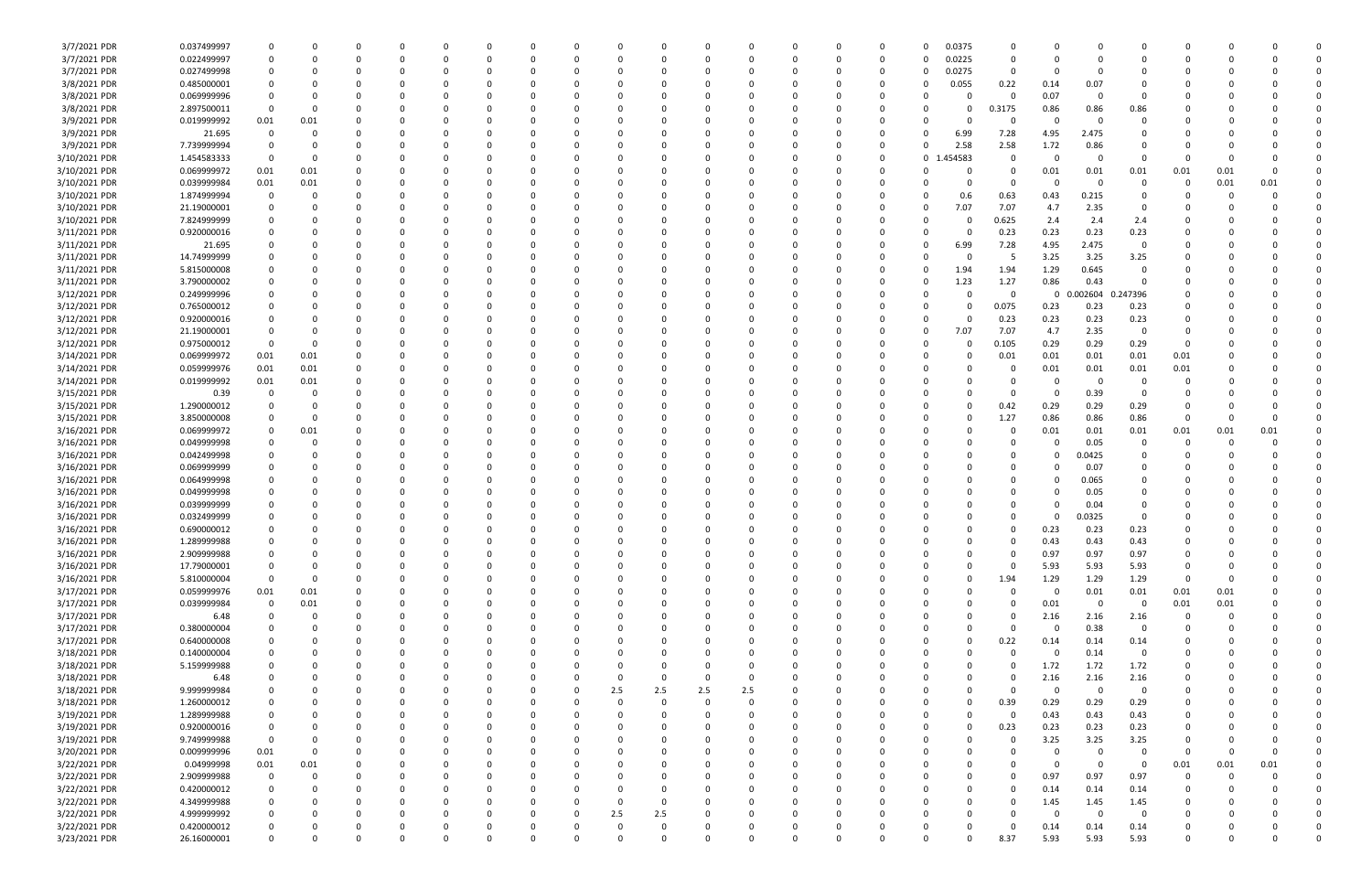| | | | | | | | | | | | | | | | | | | | | | | | | | | |
|---|---|---|---|---|---|---|---|---|---|---|---|---|---|---|---|---|---|---|---|---|---|---|---|---|---|---|
| 3/7/2021 PDR | 0.037499997 | 0 | 0 | 0 | 0 | 0 | 0 | 0 | 0 | 0 | 0 | 0 | 0 | 0 | 0 | 0 | 0 | 0.0375 | 0 | 0 | 0 | 0 | 0 | 0 | 0 | 0 |
| 3/7/2021 PDR | 0.022499997 | 0 | 0 | 0 | 0 | 0 | 0 | 0 | 0 | 0 | 0 | 0 | 0 | 0 | 0 | 0 | 0 | 0.0225 | 0 | 0 | 0 | 0 | 0 | 0 | 0 | 0 |
| 3/7/2021 PDR | 0.027499998 | 0 | 0 | 0 | 0 | 0 | 0 | 0 | 0 | 0 | 0 | 0 | 0 | 0 | 0 | 0 | 0 | 0.0275 | 0 | 0 | 0 | 0 | 0 | 0 | 0 | 0 |
| 3/8/2021 PDR | 0.485000001 | 0 | 0 | 0 | 0 | 0 | 0 | 0 | 0 | 0 | 0 | 0 | 0 | 0 | 0 | 0 | 0 | 0.055 | 0.22 | 0.14 | 0.07 | 0 | 0 | 0 | 0 | 0 |
| 3/8/2021 PDR | 0.069999996 | 0 | 0 | 0 | 0 | 0 | 0 | 0 | 0 | 0 | 0 | 0 | 0 | 0 | 0 | 0 | 0 | 0 | 0 | 0.07 | 0 | 0 | 0 | 0 | 0 | 0 |
| 3/8/2021 PDR | 2.897500011 | 0 | 0 | 0 | 0 | 0 | 0 | 0 | 0 | 0 | 0 | 0 | 0 | 0 | 0 | 0 | 0 | 0 | 0.3175 | 0.86 | 0.86 | 0.86 | 0 | 0 | 0 | 0 |
| 3/9/2021 PDR | 0.019999992 | 0.01 | 0.01 | 0 | 0 | 0 | 0 | 0 | 0 | 0 | 0 | 0 | 0 | 0 | 0 | 0 | 0 | 0 | 0 | 0 | 0 | 0 | 0 | 0 | 0 | 0 |
| 3/9/2021 PDR | 21.695 | 0 | 0 | 0 | 0 | 0 | 0 | 0 | 0 | 0 | 0 | 0 | 0 | 0 | 0 | 0 | 0 | 6.99 | 7.28 | 4.95 | 2.475 | 0 | 0 | 0 | 0 | 0 |
| 3/9/2021 PDR | 7.739999994 | 0 | 0 | 0 | 0 | 0 | 0 | 0 | 0 | 0 | 0 | 0 | 0 | 0 | 0 | 0 | 0 | 2.58 | 2.58 | 1.72 | 0.86 | 0 | 0 | 0 | 0 | 0 |
| 3/10/2021 PDR | 1.454583333 | 0 | 0 | 0 | 0 | 0 | 0 | 0 | 0 | 0 | 0 | 0 | 0 | 0 | 0 | 0 | 0 | 1.454583 | 0 | 0 | 0 | 0 | 0 | 0 | 0 | 0 |
| 3/10/2021 PDR | 0.069999972 | 0.01 | 0.01 | 0 | 0 | 0 | 0 | 0 | 0 | 0 | 0 | 0 | 0 | 0 | 0 | 0 | 0 | 0 | 0 | 0.01 | 0.01 | 0.01 | 0.01 | 0.01 | 0 | 0 |
| 3/10/2021 PDR | 0.039999984 | 0.01 | 0.01 | 0 | 0 | 0 | 0 | 0 | 0 | 0 | 0 | 0 | 0 | 0 | 0 | 0 | 0 | 0 | 0 | 0 | 0 | 0 | 0 | 0.01 | 0.01 | 0 |
| 3/10/2021 PDR | 1.874999994 | 0 | 0 | 0 | 0 | 0 | 0 | 0 | 0 | 0 | 0 | 0 | 0 | 0 | 0 | 0 | 0 | 0.6 | 0.63 | 0.43 | 0.215 | 0 | 0 | 0 | 0 | 0 |
| 3/10/2021 PDR | 21.19000001 | 0 | 0 | 0 | 0 | 0 | 0 | 0 | 0 | 0 | 0 | 0 | 0 | 0 | 0 | 0 | 0 | 7.07 | 7.07 | 4.7 | 2.35 | 0 | 0 | 0 | 0 | 0 |
| 3/10/2021 PDR | 7.824999999 | 0 | 0 | 0 | 0 | 0 | 0 | 0 | 0 | 0 | 0 | 0 | 0 | 0 | 0 | 0 | 0 | 0 | 0.625 | 2.4 | 2.4 | 2.4 | 0 | 0 | 0 | 0 |
| 3/11/2021 PDR | 0.920000016 | 0 | 0 | 0 | 0 | 0 | 0 | 0 | 0 | 0 | 0 | 0 | 0 | 0 | 0 | 0 | 0 | 0 | 0.23 | 0.23 | 0.23 | 0.23 | 0 | 0 | 0 | 0 |
| 3/11/2021 PDR | 21.695 | 0 | 0 | 0 | 0 | 0 | 0 | 0 | 0 | 0 | 0 | 0 | 0 | 0 | 0 | 0 | 0 | 6.99 | 7.28 | 4.95 | 2.475 | 0 | 0 | 0 | 0 | 0 |
| 3/11/2021 PDR | 14.74999999 | 0 | 0 | 0 | 0 | 0 | 0 | 0 | 0 | 0 | 0 | 0 | 0 | 0 | 0 | 0 | 0 | 0 | 5 | 3.25 | 3.25 | 3.25 | 0 | 0 | 0 | 0 |
| 3/11/2021 PDR | 5.815000008 | 0 | 0 | 0 | 0 | 0 | 0 | 0 | 0 | 0 | 0 | 0 | 0 | 0 | 0 | 0 | 0 | 1.94 | 1.94 | 1.29 | 0.645 | 0 | 0 | 0 | 0 | 0 |
| 3/11/2021 PDR | 3.790000002 | 0 | 0 | 0 | 0 | 0 | 0 | 0 | 0 | 0 | 0 | 0 | 0 | 0 | 0 | 0 | 0 | 1.23 | 1.27 | 0.86 | 0.43 | 0 | 0 | 0 | 0 | 0 |
| 3/12/2021 PDR | 0.249999996 | 0 | 0 | 0 | 0 | 0 | 0 | 0 | 0 | 0 | 0 | 0 | 0 | 0 | 0 | 0 | 0 | 0 | 0 | 0.002604 | 0.247396 | 0 | 0 | 0 | 0 | 0 |
| 3/12/2021 PDR | 0.765000012 | 0 | 0 | 0 | 0 | 0 | 0 | 0 | 0 | 0 | 0 | 0 | 0 | 0 | 0 | 0 | 0 | 0 | 0.075 | 0.23 | 0.23 | 0.23 | 0 | 0 | 0 | 0 |
| 3/12/2021 PDR | 0.920000016 | 0 | 0 | 0 | 0 | 0 | 0 | 0 | 0 | 0 | 0 | 0 | 0 | 0 | 0 | 0 | 0 | 0 | 0.23 | 0.23 | 0.23 | 0.23 | 0 | 0 | 0 | 0 |
| 3/12/2021 PDR | 21.19000001 | 0 | 0 | 0 | 0 | 0 | 0 | 0 | 0 | 0 | 0 | 0 | 0 | 0 | 0 | 0 | 0 | 7.07 | 7.07 | 4.7 | 2.35 | 0 | 0 | 0 | 0 | 0 |
| 3/12/2021 PDR | 0.975000012 | 0 | 0 | 0 | 0 | 0 | 0 | 0 | 0 | 0 | 0 | 0 | 0 | 0 | 0 | 0 | 0 | 0 | 0.105 | 0.29 | 0.29 | 0.29 | 0 | 0 | 0 | 0 |
| 3/14/2021 PDR | 0.069999972 | 0.01 | 0.01 | 0 | 0 | 0 | 0 | 0 | 0 | 0 | 0 | 0 | 0 | 0 | 0 | 0 | 0 | 0 | 0.01 | 0.01 | 0.01 | 0.01 | 0.01 | 0 | 0 | 0 |
| 3/14/2021 PDR | 0.059999976 | 0.01 | 0.01 | 0 | 0 | 0 | 0 | 0 | 0 | 0 | 0 | 0 | 0 | 0 | 0 | 0 | 0 | 0 | 0 | 0.01 | 0.01 | 0.01 | 0.01 | 0 | 0 | 0 |
| 3/14/2021 PDR | 0.019999992 | 0.01 | 0.01 | 0 | 0 | 0 | 0 | 0 | 0 | 0 | 0 | 0 | 0 | 0 | 0 | 0 | 0 | 0 | 0 | 0 | 0 | 0 | 0 | 0 | 0 | 0 |
| 3/15/2021 PDR | 0.39 | 0 | 0 | 0 | 0 | 0 | 0 | 0 | 0 | 0 | 0 | 0 | 0 | 0 | 0 | 0 | 0 | 0 | 0 | 0 | 0.39 | 0 | 0 | 0 | 0 | 0 |
| 3/15/2021 PDR | 1.290000012 | 0 | 0 | 0 | 0 | 0 | 0 | 0 | 0 | 0 | 0 | 0 | 0 | 0 | 0 | 0 | 0 | 0 | 0.42 | 0.29 | 0.29 | 0.29 | 0 | 0 | 0 | 0 |
| 3/15/2021 PDR | 3.850000008 | 0 | 0 | 0 | 0 | 0 | 0 | 0 | 0 | 0 | 0 | 0 | 0 | 0 | 0 | 0 | 0 | 0 | 1.27 | 0.86 | 0.86 | 0.86 | 0 | 0 | 0 | 0 |
| 3/16/2021 PDR | 0.069999972 | 0 | 0.01 | 0 | 0 | 0 | 0 | 0 | 0 | 0 | 0 | 0 | 0 | 0 | 0 | 0 | 0 | 0 | 0 | 0.01 | 0.01 | 0.01 | 0.01 | 0.01 | 0.01 | 0 |
| 3/16/2021 PDR | 0.049999998 | 0 | 0 | 0 | 0 | 0 | 0 | 0 | 0 | 0 | 0 | 0 | 0 | 0 | 0 | 0 | 0 | 0 | 0 | 0 | 0.05 | 0 | 0 | 0 | 0 | 0 |
| 3/16/2021 PDR | 0.042499998 | 0 | 0 | 0 | 0 | 0 | 0 | 0 | 0 | 0 | 0 | 0 | 0 | 0 | 0 | 0 | 0 | 0 | 0 | 0 | 0.0425 | 0 | 0 | 0 | 0 | 0 |
| 3/16/2021 PDR | 0.069999999 | 0 | 0 | 0 | 0 | 0 | 0 | 0 | 0 | 0 | 0 | 0 | 0 | 0 | 0 | 0 | 0 | 0 | 0 | 0 | 0.07 | 0 | 0 | 0 | 0 | 0 |
| 3/16/2021 PDR | 0.064999998 | 0 | 0 | 0 | 0 | 0 | 0 | 0 | 0 | 0 | 0 | 0 | 0 | 0 | 0 | 0 | 0 | 0 | 0 | 0 | 0.065 | 0 | 0 | 0 | 0 | 0 |
| 3/16/2021 PDR | 0.049999998 | 0 | 0 | 0 | 0 | 0 | 0 | 0 | 0 | 0 | 0 | 0 | 0 | 0 | 0 | 0 | 0 | 0 | 0 | 0 | 0.05 | 0 | 0 | 0 | 0 | 0 |
| 3/16/2021 PDR | 0.039999999 | 0 | 0 | 0 | 0 | 0 | 0 | 0 | 0 | 0 | 0 | 0 | 0 | 0 | 0 | 0 | 0 | 0 | 0 | 0 | 0.04 | 0 | 0 | 0 | 0 | 0 |
| 3/16/2021 PDR | 0.032499999 | 0 | 0 | 0 | 0 | 0 | 0 | 0 | 0 | 0 | 0 | 0 | 0 | 0 | 0 | 0 | 0 | 0 | 0 | 0 | 0.0325 | 0 | 0 | 0 | 0 | 0 |
| 3/16/2021 PDR | 0.690000012 | 0 | 0 | 0 | 0 | 0 | 0 | 0 | 0 | 0 | 0 | 0 | 0 | 0 | 0 | 0 | 0 | 0 | 0 | 0.23 | 0.23 | 0.23 | 0 | 0 | 0 | 0 |
| 3/16/2021 PDR | 1.289999988 | 0 | 0 | 0 | 0 | 0 | 0 | 0 | 0 | 0 | 0 | 0 | 0 | 0 | 0 | 0 | 0 | 0 | 0 | 0.43 | 0.43 | 0.43 | 0 | 0 | 0 | 0 |
| 3/16/2021 PDR | 2.909999988 | 0 | 0 | 0 | 0 | 0 | 0 | 0 | 0 | 0 | 0 | 0 | 0 | 0 | 0 | 0 | 0 | 0 | 0 | 0.97 | 0.97 | 0.97 | 0 | 0 | 0 | 0 |
| 3/16/2021 PDR | 17.79000001 | 0 | 0 | 0 | 0 | 0 | 0 | 0 | 0 | 0 | 0 | 0 | 0 | 0 | 0 | 0 | 0 | 0 | 0 | 5.93 | 5.93 | 5.93 | 0 | 0 | 0 | 0 |
| 3/16/2021 PDR | 5.810000004 | 0 | 0 | 0 | 0 | 0 | 0 | 0 | 0 | 0 | 0 | 0 | 0 | 0 | 0 | 0 | 0 | 0 | 1.94 | 1.29 | 1.29 | 1.29 | 0 | 0 | 0 | 0 |
| 3/17/2021 PDR | 0.059999976 | 0.01 | 0.01 | 0 | 0 | 0 | 0 | 0 | 0 | 0 | 0 | 0 | 0 | 0 | 0 | 0 | 0 | 0 | 0 | 0 | 0.01 | 0.01 | 0.01 | 0.01 | 0 | 0 |
| 3/17/2021 PDR | 0.039999984 | 0 | 0.01 | 0 | 0 | 0 | 0 | 0 | 0 | 0 | 0 | 0 | 0 | 0 | 0 | 0 | 0 | 0 | 0 | 0.01 | 0 | 0 | 0.01 | 0.01 | 0 | 0 |
| 3/17/2021 PDR | 6.48 | 0 | 0 | 0 | 0 | 0 | 0 | 0 | 0 | 0 | 0 | 0 | 0 | 0 | 0 | 0 | 0 | 0 | 0 | 2.16 | 2.16 | 2.16 | 0 | 0 | 0 | 0 |
| 3/17/2021 PDR | 0.380000004 | 0 | 0 | 0 | 0 | 0 | 0 | 0 | 0 | 0 | 0 | 0 | 0 | 0 | 0 | 0 | 0 | 0 | 0 | 0 | 0.38 | 0 | 0 | 0 | 0 | 0 |
| 3/17/2021 PDR | 0.640000008 | 0 | 0 | 0 | 0 | 0 | 0 | 0 | 0 | 0 | 0 | 0 | 0 | 0 | 0 | 0 | 0 | 0 | 0.22 | 0.14 | 0.14 | 0.14 | 0 | 0 | 0 | 0 |
| 3/18/2021 PDR | 0.140000004 | 0 | 0 | 0 | 0 | 0 | 0 | 0 | 0 | 0 | 0 | 0 | 0 | 0 | 0 | 0 | 0 | 0 | 0 | 0 | 0.14 | 0 | 0 | 0 | 0 | 0 |
| 3/18/2021 PDR | 5.159999988 | 0 | 0 | 0 | 0 | 0 | 0 | 0 | 0 | 0 | 0 | 0 | 0 | 0 | 0 | 0 | 0 | 0 | 0 | 1.72 | 1.72 | 1.72 | 0 | 0 | 0 | 0 |
| 3/18/2021 PDR | 6.48 | 0 | 0 | 0 | 0 | 0 | 0 | 0 | 0 | 0 | 0 | 0 | 0 | 0 | 0 | 0 | 0 | 0 | 0 | 2.16 | 2.16 | 2.16 | 0 | 0 | 0 | 0 |
| 3/18/2021 PDR | 9.999999984 | 0 | 0 | 0 | 0 | 0 | 0 | 0 | 0 | 2.5 | 2.5 | 2.5 | 2.5 | 0 | 0 | 0 | 0 | 0 | 0 | 0 | 0 | 0 | 0 | 0 | 0 | 0 |
| 3/18/2021 PDR | 1.260000012 | 0 | 0 | 0 | 0 | 0 | 0 | 0 | 0 | 0 | 0 | 0 | 0 | 0 | 0 | 0 | 0 | 0 | 0.39 | 0.29 | 0.29 | 0.29 | 0 | 0 | 0 | 0 |
| 3/19/2021 PDR | 1.289999988 | 0 | 0 | 0 | 0 | 0 | 0 | 0 | 0 | 0 | 0 | 0 | 0 | 0 | 0 | 0 | 0 | 0 | 0 | 0.43 | 0.43 | 0.43 | 0 | 0 | 0 | 0 |
| 3/19/2021 PDR | 0.920000016 | 0 | 0 | 0 | 0 | 0 | 0 | 0 | 0 | 0 | 0 | 0 | 0 | 0 | 0 | 0 | 0 | 0 | 0.23 | 0.23 | 0.23 | 0.23 | 0 | 0 | 0 | 0 |
| 3/19/2021 PDR | 9.749999988 | 0 | 0 | 0 | 0 | 0 | 0 | 0 | 0 | 0 | 0 | 0 | 0 | 0 | 0 | 0 | 0 | 0 | 0 | 3.25 | 3.25 | 3.25 | 0 | 0 | 0 | 0 |
| 3/20/2021 PDR | 0.009999996 | 0.01 | 0 | 0 | 0 | 0 | 0 | 0 | 0 | 0 | 0 | 0 | 0 | 0 | 0 | 0 | 0 | 0 | 0 | 0 | 0 | 0 | 0 | 0 | 0 | 0 |
| 3/22/2021 PDR | 0.04999998 | 0.01 | 0.01 | 0 | 0 | 0 | 0 | 0 | 0 | 0 | 0 | 0 | 0 | 0 | 0 | 0 | 0 | 0 | 0 | 0 | 0 | 0 | 0.01 | 0.01 | 0.01 | 0 |
| 3/22/2021 PDR | 2.909999988 | 0 | 0 | 0 | 0 | 0 | 0 | 0 | 0 | 0 | 0 | 0 | 0 | 0 | 0 | 0 | 0 | 0 | 0 | 0.97 | 0.97 | 0.97 | 0 | 0 | 0 | 0 |
| 3/22/2021 PDR | 0.420000012 | 0 | 0 | 0 | 0 | 0 | 0 | 0 | 0 | 0 | 0 | 0 | 0 | 0 | 0 | 0 | 0 | 0 | 0 | 0.14 | 0.14 | 0.14 | 0 | 0 | 0 | 0 |
| 3/22/2021 PDR | 4.349999988 | 0 | 0 | 0 | 0 | 0 | 0 | 0 | 0 | 0 | 0 | 0 | 0 | 0 | 0 | 0 | 0 | 0 | 0 | 1.45 | 1.45 | 1.45 | 0 | 0 | 0 | 0 |
| 3/22/2021 PDR | 4.999999992 | 0 | 0 | 0 | 0 | 0 | 0 | 0 | 0 | 2.5 | 2.5 | 0 | 0 | 0 | 0 | 0 | 0 | 0 | 0 | 0 | 0 | 0 | 0 | 0 | 0 | 0 |
| 3/22/2021 PDR | 0.420000012 | 0 | 0 | 0 | 0 | 0 | 0 | 0 | 0 | 0 | 0 | 0 | 0 | 0 | 0 | 0 | 0 | 0 | 0 | 0.14 | 0.14 | 0.14 | 0 | 0 | 0 | 0 |
| 3/23/2021 PDR | 26.16000001 | 0 | 0 | 0 | 0 | 0 | 0 | 0 | 0 | 0 | 0 | 0 | 0 | 0 | 0 | 0 | 0 | 0 | 8.37 | 5.93 | 5.93 | 5.93 | 0 | 0 | 0 | 0 |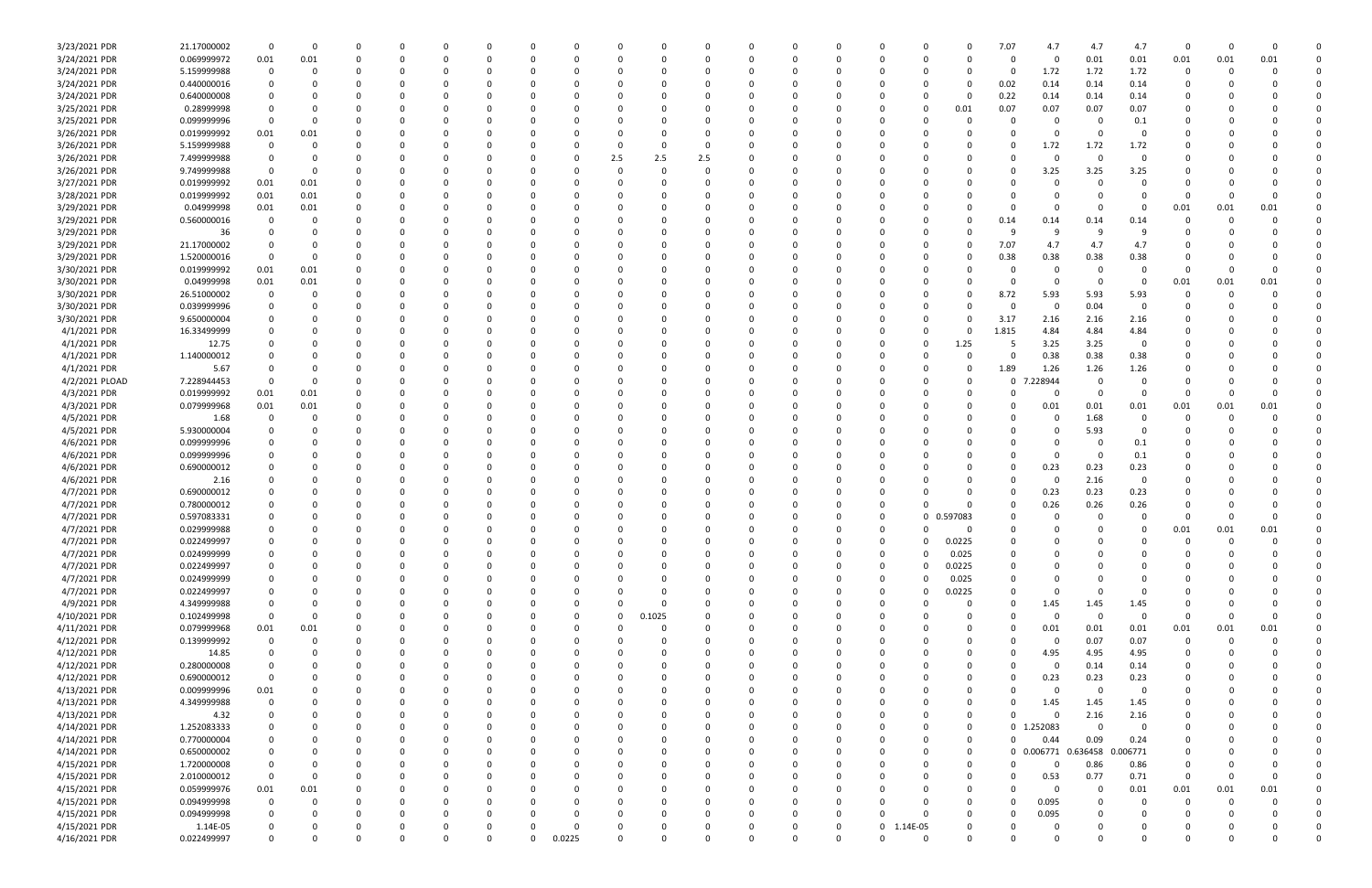| | | | | | | | | | | | | | | | | | | | | | | | | | | |
|---|---|---|---|---|---|---|---|---|---|---|---|---|---|---|---|---|---|---|---|---|---|---|---|---|---|---|
| 3/23/2021 PDR | 21.17000002 | 0 | 0 | 0 | 0 | 0 | 0 | 0 | 0 | 0 | 0 | 0 | 0 | 0 | 0 | 0 | 0 | 0 | 7.07 | 4.7 | 4.7 | 4.7 | 0 | 0 | 0 | 0 |
| 3/24/2021 PDR | 0.069999972 | 0.01 | 0.01 | 0 | 0 | 0 | 0 | 0 | 0 | 0 | 0 | 0 | 0 | 0 | 0 | 0 | 0 | 0 | 0 | 0 | 0.01 | 0.01 | 0.01 | 0.01 | 0.01 | 0 |
| 3/24/2021 PDR | 5.159999988 | 0 | 0 | 0 | 0 | 0 | 0 | 0 | 0 | 0 | 0 | 0 | 0 | 0 | 0 | 0 | 0 | 0 | 0 | 1.72 | 1.72 | 1.72 | 0 | 0 | 0 | 0 |
| 3/24/2021 PDR | 0.440000016 | 0 | 0 | 0 | 0 | 0 | 0 | 0 | 0 | 0 | 0 | 0 | 0 | 0 | 0 | 0 | 0 | 0 | 0.02 | 0.14 | 0.14 | 0.14 | 0 | 0 | 0 | 0 |
| 3/24/2021 PDR | 0.640000008 | 0 | 0 | 0 | 0 | 0 | 0 | 0 | 0 | 0 | 0 | 0 | 0 | 0 | 0 | 0 | 0 | 0 | 0.22 | 0.14 | 0.14 | 0.14 | 0 | 0 | 0 | 0 |
| 3/25/2021 PDR | 0.28999998 | 0 | 0 | 0 | 0 | 0 | 0 | 0 | 0 | 0 | 0 | 0 | 0 | 0 | 0 | 0 | 0 | 0.01 | 0.07 | 0.07 | 0.07 | 0.07 | 0 | 0 | 0 | 0 |
| 3/25/2021 PDR | 0.099999996 | 0 | 0 | 0 | 0 | 0 | 0 | 0 | 0 | 0 | 0 | 0 | 0 | 0 | 0 | 0 | 0 | 0 | 0 | 0 | 0 | 0.1 | 0 | 0 | 0 | 0 |
| 3/26/2021 PDR | 0.019999992 | 0.01 | 0.01 | 0 | 0 | 0 | 0 | 0 | 0 | 0 | 0 | 0 | 0 | 0 | 0 | 0 | 0 | 0 | 0 | 0 | 0 | 0 | 0 | 0 | 0 | 0 |
| 3/26/2021 PDR | 5.159999988 | 0 | 0 | 0 | 0 | 0 | 0 | 0 | 0 | 0 | 0 | 0 | 0 | 0 | 0 | 0 | 0 | 0 | 0 | 1.72 | 1.72 | 1.72 | 0 | 0 | 0 | 0 |
| 3/26/2021 PDR | 7.499999988 | 0 | 0 | 0 | 0 | 0 | 0 | 0 | 2.5 | 2.5 | 2.5 | 0 | 0 | 0 | 0 | 0 | 0 | 0 | 0 | 0 | 0 | 0 | 0 | 0 | 0 | 0 |
| 3/26/2021 PDR | 9.749999988 | 0 | 0 | 0 | 0 | 0 | 0 | 0 | 0 | 0 | 0 | 0 | 0 | 0 | 0 | 0 | 0 | 0 | 0 | 3.25 | 3.25 | 3.25 | 0 | 0 | 0 | 0 |
| 3/27/2021 PDR | 0.019999992 | 0.01 | 0.01 | 0 | 0 | 0 | 0 | 0 | 0 | 0 | 0 | 0 | 0 | 0 | 0 | 0 | 0 | 0 | 0 | 0 | 0 | 0 | 0 | 0 | 0 | 0 |
| 3/28/2021 PDR | 0.019999992 | 0.01 | 0.01 | 0 | 0 | 0 | 0 | 0 | 0 | 0 | 0 | 0 | 0 | 0 | 0 | 0 | 0 | 0 | 0 | 0 | 0 | 0 | 0 | 0 | 0 | 0 |
| 3/29/2021 PDR | 0.04999998 | 0.01 | 0.01 | 0 | 0 | 0 | 0 | 0 | 0 | 0 | 0 | 0 | 0 | 0 | 0 | 0 | 0 | 0 | 0 | 0 | 0 | 0 | 0.01 | 0.01 | 0.01 | 0 |
| 3/29/2021 PDR | 0.560000016 | 0 | 0 | 0 | 0 | 0 | 0 | 0 | 0 | 0 | 0 | 0 | 0 | 0 | 0 | 0 | 0 | 0 | 0.14 | 0.14 | 0.14 | 0.14 | 0 | 0 | 0 | 0 |
| 3/29/2021 PDR | 36 | 0 | 0 | 0 | 0 | 0 | 0 | 0 | 0 | 0 | 0 | 0 | 0 | 0 | 0 | 0 | 0 | 0 | 9 | 9 | 9 | 9 | 0 | 0 | 0 | 0 |
| 3/29/2021 PDR | 21.17000002 | 0 | 0 | 0 | 0 | 0 | 0 | 0 | 0 | 0 | 0 | 0 | 0 | 0 | 0 | 0 | 0 | 0 | 7.07 | 4.7 | 4.7 | 4.7 | 0 | 0 | 0 | 0 |
| 3/29/2021 PDR | 1.520000016 | 0 | 0 | 0 | 0 | 0 | 0 | 0 | 0 | 0 | 0 | 0 | 0 | 0 | 0 | 0 | 0 | 0 | 0.38 | 0.38 | 0.38 | 0.38 | 0 | 0 | 0 | 0 |
| 3/30/2021 PDR | 0.019999992 | 0.01 | 0.01 | 0 | 0 | 0 | 0 | 0 | 0 | 0 | 0 | 0 | 0 | 0 | 0 | 0 | 0 | 0 | 0 | 0 | 0 | 0 | 0 | 0 | 0 | 0 |
| 3/30/2021 PDR | 0.04999998 | 0.01 | 0.01 | 0 | 0 | 0 | 0 | 0 | 0 | 0 | 0 | 0 | 0 | 0 | 0 | 0 | 0 | 0 | 0 | 0 | 0 | 0 | 0.01 | 0.01 | 0.01 | 0 |
| 3/30/2021 PDR | 26.51000002 | 0 | 0 | 0 | 0 | 0 | 0 | 0 | 0 | 0 | 0 | 0 | 0 | 0 | 0 | 0 | 0 | 0 | 8.72 | 5.93 | 5.93 | 5.93 | 0 | 0 | 0 | 0 |
| 3/30/2021 PDR | 0.03999996 | 0 | 0 | 0 | 0 | 0 | 0 | 0 | 0 | 0 | 0 | 0 | 0 | 0 | 0 | 0 | 0 | 0 | 0 | 0 | 0.04 | 0 | 0 | 0 | 0 | 0 |
| 3/30/2021 PDR | 9.650000004 | 0 | 0 | 0 | 0 | 0 | 0 | 0 | 0 | 0 | 0 | 0 | 0 | 0 | 0 | 0 | 0 | 0 | 3.17 | 2.16 | 2.16 | 2.16 | 0 | 0 | 0 | 0 |
| 4/1/2021 PDR | 16.33499999 | 0 | 0 | 0 | 0 | 0 | 0 | 0 | 0 | 0 | 0 | 0 | 0 | 0 | 0 | 0 | 0 | 0 | 1.815 | 4.84 | 4.84 | 4.84 | 0 | 0 | 0 | 0 |
| 4/1/2021 PDR | 12.75 | 0 | 0 | 0 | 0 | 0 | 0 | 0 | 0 | 0 | 0 | 0 | 0 | 0 | 0 | 0 | 0 | 1.25 | 5 | 3.25 | 3.25 | 0 | 0 | 0 | 0 | 0 |
| 4/1/2021 PDR | 1.140000012 | 0 | 0 | 0 | 0 | 0 | 0 | 0 | 0 | 0 | 0 | 0 | 0 | 0 | 0 | 0 | 0 | 0 | 0 | 0.38 | 0.38 | 0.38 | 0 | 0 | 0 | 0 |
| 4/1/2021 PDR | 5.67 | 0 | 0 | 0 | 0 | 0 | 0 | 0 | 0 | 0 | 0 | 0 | 0 | 0 | 0 | 0 | 0 | 0 | 1.89 | 1.26 | 1.26 | 1.26 | 0 | 0 | 0 | 0 |
| 4/2/2021 PLOAD | 7.228944453 | 0 | 0 | 0 | 0 | 0 | 0 | 0 | 0 | 0 | 0 | 0 | 0 | 0 | 0 | 0 | 0 | 0 | 0 | 7.228944 | 0 | 0 | 0 | 0 | 0 | 0 |
| 4/3/2021 PDR | 0.019999992 | 0.01 | 0.01 | 0 | 0 | 0 | 0 | 0 | 0 | 0 | 0 | 0 | 0 | 0 | 0 | 0 | 0 | 0 | 0 | 0 | 0 | 0 | 0 | 0 | 0 | 0 |
| 4/3/2021 PDR | 0.079999968 | 0.01 | 0.01 | 0 | 0 | 0 | 0 | 0 | 0 | 0 | 0 | 0 | 0 | 0 | 0 | 0 | 0 | 0 | 0 | 0.01 | 0.01 | 0.01 | 0.01 | 0.01 | 0.01 | 0 |
| 4/5/2021 PDR | 1.68 | 0 | 0 | 0 | 0 | 0 | 0 | 0 | 0 | 0 | 0 | 0 | 0 | 0 | 0 | 0 | 0 | 0 | 0 | 0 | 1.68 | 0 | 0 | 0 | 0 | 0 |
| 4/5/2021 PDR | 5.930000004 | 0 | 0 | 0 | 0 | 0 | 0 | 0 | 0 | 0 | 0 | 0 | 0 | 0 | 0 | 0 | 0 | 0 | 0 | 0 | 5.93 | 0 | 0 | 0 | 0 | 0 |
| 4/6/2021 PDR | 0.099999996 | 0 | 0 | 0 | 0 | 0 | 0 | 0 | 0 | 0 | 0 | 0 | 0 | 0 | 0 | 0 | 0 | 0 | 0 | 0 | 0 | 0.1 | 0 | 0 | 0 | 0 |
| 4/6/2021 PDR | 0.099999996 | 0 | 0 | 0 | 0 | 0 | 0 | 0 | 0 | 0 | 0 | 0 | 0 | 0 | 0 | 0 | 0 | 0 | 0 | 0 | 0 | 0.1 | 0 | 0 | 0 | 0 |
| 4/6/2021 PDR | 0.690000012 | 0 | 0 | 0 | 0 | 0 | 0 | 0 | 0 | 0 | 0 | 0 | 0 | 0 | 0 | 0 | 0 | 0 | 0 | 0.23 | 0.23 | 0.23 | 0 | 0 | 0 | 0 |
| 4/6/2021 PDR | 2.16 | 0 | 0 | 0 | 0 | 0 | 0 | 0 | 0 | 0 | 0 | 0 | 0 | 0 | 0 | 0 | 0 | 0 | 0 | 0 | 2.16 | 0 | 0 | 0 | 0 | 0 |
| 4/7/2021 PDR | 0.690000012 | 0 | 0 | 0 | 0 | 0 | 0 | 0 | 0 | 0 | 0 | 0 | 0 | 0 | 0 | 0 | 0 | 0 | 0 | 0.23 | 0.23 | 0.23 | 0 | 0 | 0 | 0 |
| 4/7/2021 PDR | 0.780000012 | 0 | 0 | 0 | 0 | 0 | 0 | 0 | 0 | 0 | 0 | 0 | 0 | 0 | 0 | 0 | 0 | 0 | 0 | 0.26 | 0.26 | 0.26 | 0 | 0 | 0 | 0 |
| 4/7/2021 PDR | 0.597083331 | 0 | 0 | 0 | 0 | 0 | 0 | 0 | 0 | 0 | 0 | 0 | 0 | 0 | 0 | 0 | 0 | 0.597083 | 0 | 0 | 0 | 0 | 0 | 0 | 0 | 0 |
| 4/7/2021 PDR | 0.029999988 | 0 | 0 | 0 | 0 | 0 | 0 | 0 | 0 | 0 | 0 | 0 | 0 | 0 | 0 | 0 | 0 | 0 | 0 | 0 | 0 | 0 | 0.01 | 0.01 | 0.01 | 0 |
| 4/7/2021 PDR | 0.022499997 | 0 | 0 | 0 | 0 | 0 | 0 | 0 | 0 | 0 | 0 | 0 | 0 | 0 | 0 | 0 | 0 | 0.0225 | 0 | 0 | 0 | 0 | 0 | 0 | 0 | 0 |
| 4/7/2021 PDR | 0.024999999 | 0 | 0 | 0 | 0 | 0 | 0 | 0 | 0 | 0 | 0 | 0 | 0 | 0 | 0 | 0 | 0 | 0.025 | 0 | 0 | 0 | 0 | 0 | 0 | 0 | 0 |
| 4/7/2021 PDR | 0.022499997 | 0 | 0 | 0 | 0 | 0 | 0 | 0 | 0 | 0 | 0 | 0 | 0 | 0 | 0 | 0 | 0 | 0.0225 | 0 | 0 | 0 | 0 | 0 | 0 | 0 | 0 |
| 4/7/2021 PDR | 0.024999999 | 0 | 0 | 0 | 0 | 0 | 0 | 0 | 0 | 0 | 0 | 0 | 0 | 0 | 0 | 0 | 0 | 0.025 | 0 | 0 | 0 | 0 | 0 | 0 | 0 | 0 |
| 4/7/2021 PDR | 0.022499997 | 0 | 0 | 0 | 0 | 0 | 0 | 0 | 0 | 0 | 0 | 0 | 0 | 0 | 0 | 0 | 0 | 0.0225 | 0 | 0 | 0 | 0 | 0 | 0 | 0 | 0 |
| 4/9/2021 PDR | 4.349999988 | 0 | 0 | 0 | 0 | 0 | 0 | 0 | 0 | 0 | 0 | 0 | 0 | 0 | 0 | 0 | 0 | 0 | 0 | 1.45 | 1.45 | 1.45 | 0 | 0 | 0 | 0 |
| 4/10/2021 PDR | 0.102499998 | 0 | 0 | 0 | 0 | 0 | 0 | 0 | 0 | 0.1025 | 0 | 0 | 0 | 0 | 0 | 0 | 0 | 0 | 0 | 0 | 0 | 0 | 0 | 0 | 0 | 0 |
| 4/11/2021 PDR | 0.079999968 | 0.01 | 0.01 | 0 | 0 | 0 | 0 | 0 | 0 | 0 | 0 | 0 | 0 | 0 | 0 | 0 | 0 | 0 | 0 | 0.01 | 0.01 | 0.01 | 0.01 | 0.01 | 0.01 | 0 |
| 4/12/2021 PDR | 0.139999992 | 0 | 0 | 0 | 0 | 0 | 0 | 0 | 0 | 0 | 0 | 0 | 0 | 0 | 0 | 0 | 0 | 0 | 0 | 0 | 0.07 | 0.07 | 0 | 0 | 0 | 0 |
| 4/12/2021 PDR | 14.85 | 0 | 0 | 0 | 0 | 0 | 0 | 0 | 0 | 0 | 0 | 0 | 0 | 0 | 0 | 0 | 0 | 0 | 0 | 4.95 | 4.95 | 4.95 | 0 | 0 | 0 | 0 |
| 4/12/2021 PDR | 0.280000008 | 0 | 0 | 0 | 0 | 0 | 0 | 0 | 0 | 0 | 0 | 0 | 0 | 0 | 0 | 0 | 0 | 0 | 0 | 0 | 0.14 | 0.14 | 0 | 0 | 0 | 0 |
| 4/12/2021 PDR | 0.690000012 | 0 | 0 | 0 | 0 | 0 | 0 | 0 | 0 | 0 | 0 | 0 | 0 | 0 | 0 | 0 | 0 | 0 | 0 | 0.23 | 0.23 | 0.23 | 0 | 0 | 0 | 0 |
| 4/13/2021 PDR | 0.009999996 | 0.01 | 0 | 0 | 0 | 0 | 0 | 0 | 0 | 0 | 0 | 0 | 0 | 0 | 0 | 0 | 0 | 0 | 0 | 0 | 0 | 0 | 0 | 0 | 0 | 0 |
| 4/13/2021 PDR | 4.349999988 | 0 | 0 | 0 | 0 | 0 | 0 | 0 | 0 | 0 | 0 | 0 | 0 | 0 | 0 | 0 | 0 | 0 | 0 | 1.45 | 1.45 | 1.45 | 0 | 0 | 0 | 0 |
| 4/13/2021 PDR | 4.32 | 0 | 0 | 0 | 0 | 0 | 0 | 0 | 0 | 0 | 0 | 0 | 0 | 0 | 0 | 0 | 0 | 0 | 0 | 0 | 2.16 | 2.16 | 0 | 0 | 0 | 0 |
| 4/14/2021 PDR | 1.252083333 | 0 | 0 | 0 | 0 | 0 | 0 | 0 | 0 | 0 | 0 | 0 | 0 | 0 | 0 | 0 | 0 | 0 | 0 | 1.252083 | 0 | 0 | 0 | 0 | 0 | 0 |
| 4/14/2021 PDR | 0.770000004 | 0 | 0 | 0 | 0 | 0 | 0 | 0 | 0 | 0 | 0 | 0 | 0 | 0 | 0 | 0 | 0 | 0 | 0 | 0.44 | 0.09 | 0.24 | 0 | 0 | 0 | 0 |
| 4/14/2021 PDR | 0.650000002 | 0 | 0 | 0 | 0 | 0 | 0 | 0 | 0 | 0 | 0 | 0 | 0 | 0 | 0 | 0 | 0 | 0 | 0 | 0.006771 | 0.636458 | 0.006771 | 0 | 0 | 0 | 0 |
| 4/15/2021 PDR | 1.720000008 | 0 | 0 | 0 | 0 | 0 | 0 | 0 | 0 | 0 | 0 | 0 | 0 | 0 | 0 | 0 | 0 | 0 | 0 | 0 | 0.86 | 0.86 | 0 | 0 | 0 | 0 |
| 4/15/2021 PDR | 2.010000012 | 0 | 0 | 0 | 0 | 0 | 0 | 0 | 0 | 0 | 0 | 0 | 0 | 0 | 0 | 0 | 0 | 0 | 0 | 0.53 | 0.77 | 0.71 | 0 | 0 | 0 | 0 |
| 4/15/2021 PDR | 0.059999976 | 0.01 | 0.01 | 0 | 0 | 0 | 0 | 0 | 0 | 0 | 0 | 0 | 0 | 0 | 0 | 0 | 0 | 0 | 0 | 0 | 0 | 0.01 | 0.01 | 0.01 | 0.01 | 0 |
| 4/15/2021 PDR | 0.094999998 | 0 | 0 | 0 | 0 | 0 | 0 | 0 | 0 | 0 | 0 | 0 | 0 | 0 | 0 | 0 | 0 | 0 | 0 | 0.095 | 0 | 0 | 0 | 0 | 0 | 0 |
| 4/15/2021 PDR | 0.094999998 | 0 | 0 | 0 | 0 | 0 | 0 | 0 | 0 | 0 | 0 | 0 | 0 | 0 | 0 | 0 | 0 | 0 | 0 | 0.095 | 0 | 0 | 0 | 0 | 0 | 0 |
| 4/15/2021 PDR | 1.14E-05 | 0 | 0 | 0 | 0 | 0 | 0 | 0 | 0 | 0 | 0 | 0 | 0 | 0 | 0 | 0 | 1.14E-05 | 0 | 0 | 0 | 0 | 0 | 0 | 0 | 0 | 0 |
| 4/16/2021 PDR | 0.022499997 | 0 | 0 | 0 | 0 | 0 | 0 | 0 | 0.0225 | 0 | 0 | 0 | 0 | 0 | 0 | 0 | 0 | 0 | 0 | 0 | 0 | 0 | 0 | 0 | 0 | 0 |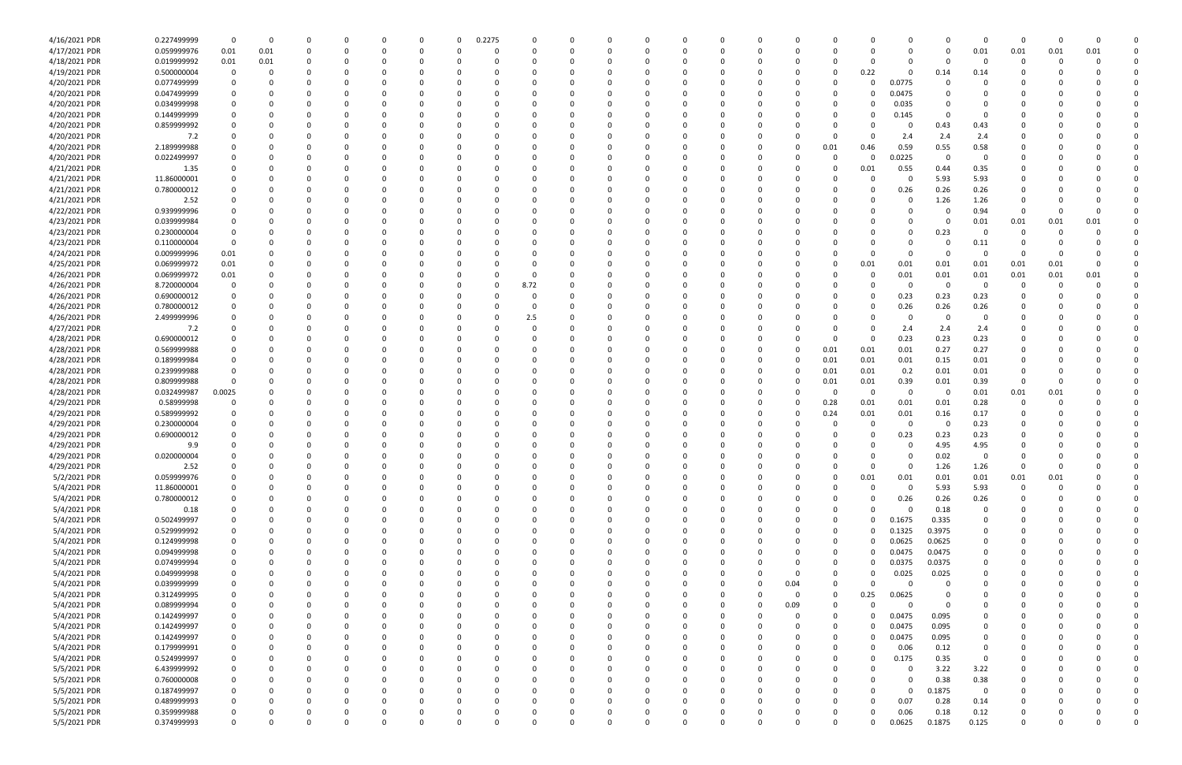| | | | | | | | | | | | | | | | | | | | | | | | | |
|---|---|---|---|---|---|---|---|---|---|---|---|---|---|---|---|---|---|---|---|---|---|---|---|---|
| 4/16/2021 PDR | 0.227499999 | 0 | 0 | 0 | 0 | 0 | 0 | 0 | 0.2275 | 0 | 0 | 0 | 0 | 0 | 0 | 0 | 0 | 0 | 0 | 0 | 0 | 0 | 0 | 0 |
| 4/17/2021 PDR | 0.059999976 | 0.01 | 0.01 | 0 | 0 | 0 | 0 | 0 | 0 | 0 | 0 | 0 | 0 | 0 | 0 | 0 | 0 | 0 | 0 | 0.01 | 0.01 | 0.01 | 0.01 | 0 |
| 4/18/2021 PDR | 0.019999992 | 0.01 | 0.01 | 0 | 0 | 0 | 0 | 0 | 0 | 0 | 0 | 0 | 0 | 0 | 0 | 0 | 0 | 0 | 0 | 0 | 0 | 0 | 0 | 0 |
| 4/19/2021 PDR | 0.500000004 | 0 | 0 | 0 | 0 | 0 | 0 | 0 | 0 | 0 | 0 | 0 | 0 | 0 | 0 | 0 | 0.22 | 0 | 0.14 | 0.14 | 0 | 0 | 0 | 0 |
| 4/20/2021 PDR | 0.077499999 | 0 | 0 | 0 | 0 | 0 | 0 | 0 | 0 | 0 | 0 | 0 | 0 | 0 | 0 | 0 | 0 | 0.0775 | 0 | 0 | 0 | 0 | 0 | 0 |
| 4/20/2021 PDR | 0.047499999 | 0 | 0 | 0 | 0 | 0 | 0 | 0 | 0 | 0 | 0 | 0 | 0 | 0 | 0 | 0 | 0 | 0.0475 | 0 | 0 | 0 | 0 | 0 | 0 |
| 4/20/2021 PDR | 0.034999998 | 0 | 0 | 0 | 0 | 0 | 0 | 0 | 0 | 0 | 0 | 0 | 0 | 0 | 0 | 0 | 0 | 0.035 | 0 | 0 | 0 | 0 | 0 | 0 |
| 4/20/2021 PDR | 0.144999999 | 0 | 0 | 0 | 0 | 0 | 0 | 0 | 0 | 0 | 0 | 0 | 0 | 0 | 0 | 0 | 0 | 0.145 | 0 | 0 | 0 | 0 | 0 | 0 |
| 4/20/2021 PDR | 0.859999992 | 0 | 0 | 0 | 0 | 0 | 0 | 0 | 0 | 0 | 0 | 0 | 0 | 0 | 0 | 0 | 0 | 0 | 0.43 | 0.43 | 0 | 0 | 0 | 0 |
| 4/20/2021 PDR | 7.2 | 0 | 0 | 0 | 0 | 0 | 0 | 0 | 0 | 0 | 0 | 0 | 0 | 0 | 0 | 0 | 0 | 2.4 | 2.4 | 2.4 | 0 | 0 | 0 | 0 |
| 4/20/2021 PDR | 2.189999988 | 0 | 0 | 0 | 0 | 0 | 0 | 0 | 0 | 0 | 0 | 0 | 0 | 0 | 0 | 0.01 | 0.46 | 0.59 | 0.55 | 0.58 | 0 | 0 | 0 | 0 |
| 4/20/2021 PDR | 0.022499997 | 0 | 0 | 0 | 0 | 0 | 0 | 0 | 0 | 0 | 0 | 0 | 0 | 0 | 0 | 0 | 0 | 0.0225 | 0 | 0 | 0 | 0 | 0 | 0 |
| 4/21/2021 PDR | 1.35 | 0 | 0 | 0 | 0 | 0 | 0 | 0 | 0 | 0 | 0 | 0 | 0 | 0 | 0 | 0 | 0.01 | 0.55 | 0.44 | 0.35 | 0 | 0 | 0 | 0 |
| 4/21/2021 PDR | 11.86000001 | 0 | 0 | 0 | 0 | 0 | 0 | 0 | 0 | 0 | 0 | 0 | 0 | 0 | 0 | 0 | 0 | 0 | 5.93 | 5.93 | 0 | 0 | 0 | 0 |
| 4/21/2021 PDR | 0.780000012 | 0 | 0 | 0 | 0 | 0 | 0 | 0 | 0 | 0 | 0 | 0 | 0 | 0 | 0 | 0 | 0 | 0.26 | 0.26 | 0.26 | 0 | 0 | 0 | 0 |
| 4/21/2021 PDR | 2.52 | 0 | 0 | 0 | 0 | 0 | 0 | 0 | 0 | 0 | 0 | 0 | 0 | 0 | 0 | 0 | 0 | 0 | 1.26 | 1.26 | 0 | 0 | 0 | 0 |
| 4/22/2021 PDR | 0.939999996 | 0 | 0 | 0 | 0 | 0 | 0 | 0 | 0 | 0 | 0 | 0 | 0 | 0 | 0 | 0 | 0 | 0 | 0 | 0.94 | 0 | 0 | 0 | 0 |
| 4/23/2021 PDR | 0.039999984 | 0 | 0 | 0 | 0 | 0 | 0 | 0 | 0 | 0 | 0 | 0 | 0 | 0 | 0 | 0 | 0 | 0 | 0 | 0.01 | 0.01 | 0.01 | 0.01 | 0 |
| 4/23/2021 PDR | 0.230000004 | 0 | 0 | 0 | 0 | 0 | 0 | 0 | 0 | 0 | 0 | 0 | 0 | 0 | 0 | 0 | 0 | 0 | 0.23 | 0 | 0 | 0 | 0 | 0 |
| 4/23/2021 PDR | 0.110000004 | 0 | 0 | 0 | 0 | 0 | 0 | 0 | 0 | 0 | 0 | 0 | 0 | 0 | 0 | 0 | 0 | 0 | 0 | 0.11 | 0 | 0 | 0 | 0 |
| 4/24/2021 PDR | 0.009999996 | 0.01 | 0 | 0 | 0 | 0 | 0 | 0 | 0 | 0 | 0 | 0 | 0 | 0 | 0 | 0 | 0 | 0 | 0 | 0 | 0 | 0 | 0 | 0 |
| 4/25/2021 PDR | 0.069999972 | 0.01 | 0 | 0 | 0 | 0 | 0 | 0 | 0 | 0 | 0 | 0 | 0 | 0 | 0 | 0 | 0.01 | 0.01 | 0.01 | 0.01 | 0.01 | 0.01 | 0 | 0 |
| 4/26/2021 PDR | 0.069999972 | 0.01 | 0 | 0 | 0 | 0 | 0 | 0 | 0 | 0 | 0 | 0 | 0 | 0 | 0 | 0 | 0 | 0.01 | 0.01 | 0.01 | 0.01 | 0.01 | 0.01 | 0 |
| 4/26/2021 PDR | 8.720000004 | 0 | 0 | 0 | 0 | 0 | 0 | 0 | 0 | 8.72 | 0 | 0 | 0 | 0 | 0 | 0 | 0 | 0 | 0 | 0 | 0 | 0 | 0 | 0 |
| 4/26/2021 PDR | 0.690000012 | 0 | 0 | 0 | 0 | 0 | 0 | 0 | 0 | 0 | 0 | 0 | 0 | 0 | 0 | 0 | 0 | 0.23 | 0.23 | 0.23 | 0 | 0 | 0 | 0 |
| 4/26/2021 PDR | 0.780000012 | 0 | 0 | 0 | 0 | 0 | 0 | 0 | 0 | 0 | 0 | 0 | 0 | 0 | 0 | 0 | 0 | 0.26 | 0.26 | 0.26 | 0 | 0 | 0 | 0 |
| 4/26/2021 PDR | 2.499999996 | 0 | 0 | 0 | 0 | 0 | 0 | 0 | 0 | 2.5 | 0 | 0 | 0 | 0 | 0 | 0 | 0 | 0 | 0 | 0 | 0 | 0 | 0 | 0 |
| 4/27/2021 PDR | 7.2 | 0 | 0 | 0 | 0 | 0 | 0 | 0 | 0 | 0 | 0 | 0 | 0 | 0 | 0 | 0 | 0 | 2.4 | 2.4 | 2.4 | 0 | 0 | 0 | 0 |
| 4/28/2021 PDR | 0.690000012 | 0 | 0 | 0 | 0 | 0 | 0 | 0 | 0 | 0 | 0 | 0 | 0 | 0 | 0 | 0 | 0 | 0.23 | 0.23 | 0.23 | 0 | 0 | 0 | 0 |
| 4/28/2021 PDR | 0.569999988 | 0 | 0 | 0 | 0 | 0 | 0 | 0 | 0 | 0 | 0 | 0 | 0 | 0 | 0 | 0.01 | 0.01 | 0.01 | 0.27 | 0.27 | 0 | 0 | 0 | 0 |
| 4/28/2021 PDR | 0.189999984 | 0 | 0 | 0 | 0 | 0 | 0 | 0 | 0 | 0 | 0 | 0 | 0 | 0 | 0 | 0.01 | 0.01 | 0.01 | 0.15 | 0.01 | 0 | 0 | 0 | 0 |
| 4/28/2021 PDR | 0.239999988 | 0 | 0 | 0 | 0 | 0 | 0 | 0 | 0 | 0 | 0 | 0 | 0 | 0 | 0 | 0.01 | 0.01 | 0.2 | 0.01 | 0.01 | 0 | 0 | 0 | 0 |
| 4/28/2021 PDR | 0.809999988 | 0 | 0 | 0 | 0 | 0 | 0 | 0 | 0 | 0 | 0 | 0 | 0 | 0 | 0 | 0.01 | 0.01 | 0.39 | 0.01 | 0.39 | 0 | 0 | 0 | 0 |
| 4/28/2021 PDR | 0.032499987 | 0.0025 | 0 | 0 | 0 | 0 | 0 | 0 | 0 | 0 | 0 | 0 | 0 | 0 | 0 | 0 | 0 | 0 | 0 | 0.01 | 0.01 | 0.01 | 0 | 0 |
| 4/29/2021 PDR | 0.58999998 | 0 | 0 | 0 | 0 | 0 | 0 | 0 | 0 | 0 | 0 | 0 | 0 | 0 | 0 | 0.28 | 0.01 | 0.01 | 0.01 | 0.28 | 0 | 0 | 0 | 0 |
| 4/29/2021 PDR | 0.589999992 | 0 | 0 | 0 | 0 | 0 | 0 | 0 | 0 | 0 | 0 | 0 | 0 | 0 | 0 | 0.24 | 0.01 | 0.01 | 0.16 | 0.17 | 0 | 0 | 0 | 0 |
| 4/29/2021 PDR | 0.230000004 | 0 | 0 | 0 | 0 | 0 | 0 | 0 | 0 | 0 | 0 | 0 | 0 | 0 | 0 | 0 | 0 | 0 | 0 | 0.23 | 0 | 0 | 0 | 0 |
| 4/29/2021 PDR | 0.690000012 | 0 | 0 | 0 | 0 | 0 | 0 | 0 | 0 | 0 | 0 | 0 | 0 | 0 | 0 | 0 | 0 | 0.23 | 0.23 | 0.23 | 0 | 0 | 0 | 0 |
| 4/29/2021 PDR | 9.9 | 0 | 0 | 0 | 0 | 0 | 0 | 0 | 0 | 0 | 0 | 0 | 0 | 0 | 0 | 0 | 0 | 0 | 4.95 | 4.95 | 0 | 0 | 0 | 0 |
| 4/29/2021 PDR | 0.020000004 | 0 | 0 | 0 | 0 | 0 | 0 | 0 | 0 | 0 | 0 | 0 | 0 | 0 | 0 | 0 | 0 | 0 | 0.02 | 0 | 0 | 0 | 0 | 0 |
| 4/29/2021 PDR | 2.52 | 0 | 0 | 0 | 0 | 0 | 0 | 0 | 0 | 0 | 0 | 0 | 0 | 0 | 0 | 0 | 0 | 0 | 1.26 | 1.26 | 0 | 0 | 0 | 0 |
| 5/2/2021 PDR | 0.059999976 | 0 | 0 | 0 | 0 | 0 | 0 | 0 | 0 | 0 | 0 | 0 | 0 | 0 | 0 | 0 | 0.01 | 0.01 | 0.01 | 0.01 | 0.01 | 0.01 | 0 | 0 |
| 5/4/2021 PDR | 11.86000001 | 0 | 0 | 0 | 0 | 0 | 0 | 0 | 0 | 0 | 0 | 0 | 0 | 0 | 0 | 0 | 0 | 0 | 5.93 | 5.93 | 0 | 0 | 0 | 0 |
| 5/4/2021 PDR | 0.780000012 | 0 | 0 | 0 | 0 | 0 | 0 | 0 | 0 | 0 | 0 | 0 | 0 | 0 | 0 | 0 | 0 | 0.26 | 0.26 | 0.26 | 0 | 0 | 0 | 0 |
| 5/4/2021 PDR | 0.18 | 0 | 0 | 0 | 0 | 0 | 0 | 0 | 0 | 0 | 0 | 0 | 0 | 0 | 0 | 0 | 0 | 0 | 0.18 | 0 | 0 | 0 | 0 | 0 |
| 5/4/2021 PDR | 0.502499997 | 0 | 0 | 0 | 0 | 0 | 0 | 0 | 0 | 0 | 0 | 0 | 0 | 0 | 0 | 0 | 0 | 0.1675 | 0.335 | 0 | 0 | 0 | 0 | 0 |
| 5/4/2021 PDR | 0.529999992 | 0 | 0 | 0 | 0 | 0 | 0 | 0 | 0 | 0 | 0 | 0 | 0 | 0 | 0 | 0 | 0 | 0.1325 | 0.3975 | 0 | 0 | 0 | 0 | 0 |
| 5/4/2021 PDR | 0.124999998 | 0 | 0 | 0 | 0 | 0 | 0 | 0 | 0 | 0 | 0 | 0 | 0 | 0 | 0 | 0 | 0 | 0.0625 | 0.0625 | 0 | 0 | 0 | 0 | 0 |
| 5/4/2021 PDR | 0.094999998 | 0 | 0 | 0 | 0 | 0 | 0 | 0 | 0 | 0 | 0 | 0 | 0 | 0 | 0 | 0 | 0 | 0.0475 | 0.0475 | 0 | 0 | 0 | 0 | 0 |
| 5/4/2021 PDR | 0.074999994 | 0 | 0 | 0 | 0 | 0 | 0 | 0 | 0 | 0 | 0 | 0 | 0 | 0 | 0 | 0 | 0 | 0.0375 | 0.0375 | 0 | 0 | 0 | 0 | 0 |
| 5/4/2021 PDR | 0.049999998 | 0 | 0 | 0 | 0 | 0 | 0 | 0 | 0 | 0 | 0 | 0 | 0 | 0 | 0 | 0 | 0 | 0.025 | 0.025 | 0 | 0 | 0 | 0 | 0 |
| 5/4/2021 PDR | 0.039999999 | 0 | 0 | 0 | 0 | 0 | 0 | 0 | 0 | 0 | 0 | 0 | 0 | 0 | 0.04 | 0 | 0 | 0 | 0 | 0 | 0 | 0 | 0 | 0 |
| 5/4/2021 PDR | 0.312499995 | 0 | 0 | 0 | 0 | 0 | 0 | 0 | 0 | 0 | 0 | 0 | 0 | 0 | 0 | 0 | 0.25 | 0.0625 | 0 | 0 | 0 | 0 | 0 | 0 |
| 5/4/2021 PDR | 0.089999994 | 0 | 0 | 0 | 0 | 0 | 0 | 0 | 0 | 0 | 0 | 0 | 0 | 0 | 0.09 | 0 | 0 | 0 | 0 | 0 | 0 | 0 | 0 | 0 |
| 5/4/2021 PDR | 0.142499997 | 0 | 0 | 0 | 0 | 0 | 0 | 0 | 0 | 0 | 0 | 0 | 0 | 0 | 0 | 0 | 0 | 0.0475 | 0.095 | 0 | 0 | 0 | 0 | 0 |
| 5/4/2021 PDR | 0.142499997 | 0 | 0 | 0 | 0 | 0 | 0 | 0 | 0 | 0 | 0 | 0 | 0 | 0 | 0 | 0 | 0 | 0.0475 | 0.095 | 0 | 0 | 0 | 0 | 0 |
| 5/4/2021 PDR | 0.142499997 | 0 | 0 | 0 | 0 | 0 | 0 | 0 | 0 | 0 | 0 | 0 | 0 | 0 | 0 | 0 | 0 | 0.0475 | 0.095 | 0 | 0 | 0 | 0 | 0 |
| 5/4/2021 PDR | 0.179999991 | 0 | 0 | 0 | 0 | 0 | 0 | 0 | 0 | 0 | 0 | 0 | 0 | 0 | 0 | 0 | 0 | 0.06 | 0.12 | 0 | 0 | 0 | 0 | 0 |
| 5/4/2021 PDR | 0.524999997 | 0 | 0 | 0 | 0 | 0 | 0 | 0 | 0 | 0 | 0 | 0 | 0 | 0 | 0 | 0 | 0 | 0.175 | 0.35 | 0 | 0 | 0 | 0 | 0 |
| 5/5/2021 PDR | 6.439999992 | 0 | 0 | 0 | 0 | 0 | 0 | 0 | 0 | 0 | 0 | 0 | 0 | 0 | 0 | 0 | 0 | 0 | 3.22 | 3.22 | 0 | 0 | 0 | 0 |
| 5/5/2021 PDR | 0.760000008 | 0 | 0 | 0 | 0 | 0 | 0 | 0 | 0 | 0 | 0 | 0 | 0 | 0 | 0 | 0 | 0 | 0 | 0.38 | 0.38 | 0 | 0 | 0 | 0 |
| 5/5/2021 PDR | 0.187499997 | 0 | 0 | 0 | 0 | 0 | 0 | 0 | 0 | 0 | 0 | 0 | 0 | 0 | 0 | 0 | 0 | 0 | 0.1875 | 0 | 0 | 0 | 0 | 0 |
| 5/5/2021 PDR | 0.489999993 | 0 | 0 | 0 | 0 | 0 | 0 | 0 | 0 | 0 | 0 | 0 | 0 | 0 | 0 | 0 | 0 | 0.07 | 0.28 | 0.14 | 0 | 0 | 0 | 0 |
| 5/5/2021 PDR | 0.359999988 | 0 | 0 | 0 | 0 | 0 | 0 | 0 | 0 | 0 | 0 | 0 | 0 | 0 | 0 | 0 | 0 | 0.06 | 0.18 | 0.12 | 0 | 0 | 0 | 0 |
| 5/5/2021 PDR | 0.374999993 | 0 | 0 | 0 | 0 | 0 | 0 | 0 | 0 | 0 | 0 | 0 | 0 | 0 | 0 | 0 | 0 | 0.0625 | 0.1875 | 0.125 | 0 | 0 | 0 | 0 |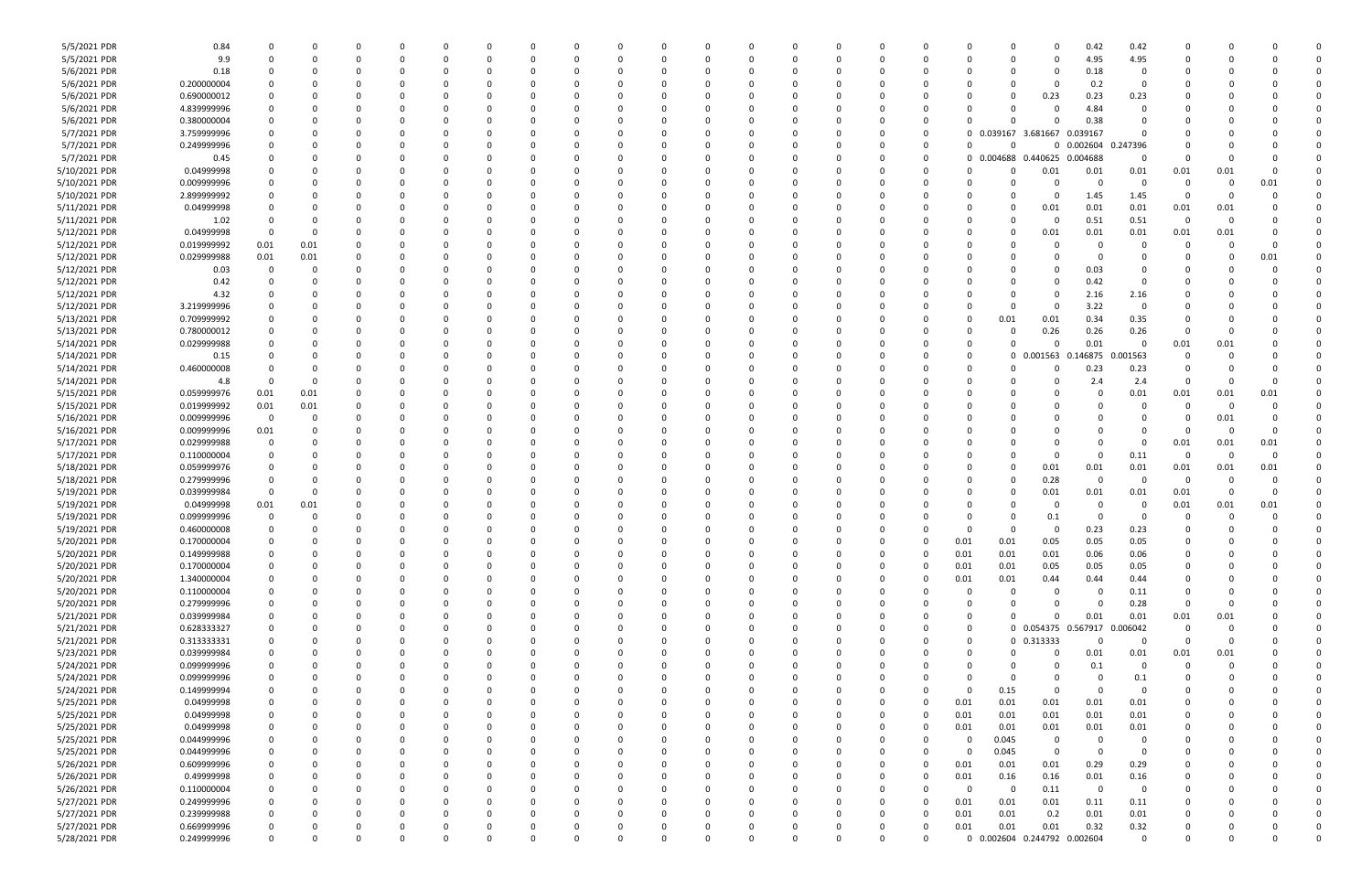| | | | | | | | | | | | | | | | | | | | | | | | | | | | | | | |
|---|---|---|---|---|---|---|---|---|---|---|---|---|---|---|---|---|---|---|---|---|---|---|---|---|---|---|---|---|---|---|
| 5/5/2021 PDR | 0.84 | 0 | 0 | 0 | 0 | 0 | 0 | 0 | 0 | 0 | 0 | 0 | 0 | 0 | 0 | 0 | 0 | 0 | 0 | 0 | 0 | 0 | 0 | 0.42 | 0.42 | 0 | 0 | 0 | 0 | 0 |
| 5/5/2021 PDR | 9.9 | 0 | 0 | 0 | 0 | 0 | 0 | 0 | 0 | 0 | 0 | 0 | 0 | 0 | 0 | 0 | 0 | 0 | 0 | 0 | 0 | 0 | 0 | 4.95 | 4.95 | 0 | 0 | 0 | 0 | 0 |
| 5/6/2021 PDR | 0.18 | 0 | 0 | 0 | 0 | 0 | 0 | 0 | 0 | 0 | 0 | 0 | 0 | 0 | 0 | 0 | 0 | 0 | 0 | 0 | 0 | 0 | 0 | 0.18 | 0 | 0 | 0 | 0 | 0 | 0 |
| 5/6/2021 PDR | 0.200000004 | 0 | 0 | 0 | 0 | 0 | 0 | 0 | 0 | 0 | 0 | 0 | 0 | 0 | 0 | 0 | 0 | 0 | 0 | 0 | 0 | 0 | 0 | 0.2 | 0 | 0 | 0 | 0 | 0 | 0 |
| 5/6/2021 PDR | 0.690000012 | 0 | 0 | 0 | 0 | 0 | 0 | 0 | 0 | 0 | 0 | 0 | 0 | 0 | 0 | 0 | 0 | 0 | 0 | 0 | 0 | 0 | 0.23 | 0.23 | 0.23 | 0 | 0 | 0 | 0 | 0 |
| 5/6/2021 PDR | 4.839999996 | 0 | 0 | 0 | 0 | 0 | 0 | 0 | 0 | 0 | 0 | 0 | 0 | 0 | 0 | 0 | 0 | 0 | 0 | 0 | 0 | 0 | 0 | 4.84 | 0 | 0 | 0 | 0 | 0 | 0 |
| 5/6/2021 PDR | 0.380000004 | 0 | 0 | 0 | 0 | 0 | 0 | 0 | 0 | 0 | 0 | 0 | 0 | 0 | 0 | 0 | 0 | 0 | 0 | 0 | 0 | 0 | 0 | 0.38 | 0 | 0 | 0 | 0 | 0 | 0 |
| 5/7/2021 PDR | 3.759999996 | 0 | 0 | 0 | 0 | 0 | 0 | 0 | 0 | 0 | 0 | 0 | 0 | 0 | 0 | 0 | 0 | 0 | 0 | 0 | 0 | 0.039167 | 3.681667 | 0.039167 | 0 | 0 | 0 | 0 | 0 | 0 |
| 5/7/2021 PDR | 0.249999996 | 0 | 0 | 0 | 0 | 0 | 0 | 0 | 0 | 0 | 0 | 0 | 0 | 0 | 0 | 0 | 0 | 0 | 0 | 0 | 0 | 0 | 0 | 0.002604 | 0.247396 | 0 | 0 | 0 | 0 | 0 |
| 5/7/2021 PDR | 0.45 | 0 | 0 | 0 | 0 | 0 | 0 | 0 | 0 | 0 | 0 | 0 | 0 | 0 | 0 | 0 | 0 | 0 | 0 | 0 | 0 | 0.004688 | 0.440625 | 0.004688 | 0 | 0 | 0 | 0 | 0 | 0 |
| 5/10/2021 PDR | 0.04999998 | 0 | 0 | 0 | 0 | 0 | 0 | 0 | 0 | 0 | 0 | 0 | 0 | 0 | 0 | 0 | 0 | 0 | 0 | 0 | 0 | 0 | 0.01 | 0.01 | 0.01 | 0.01 | 0.01 | 0 | 0 | 0 |
| 5/10/2021 PDR | 0.009999996 | 0 | 0 | 0 | 0 | 0 | 0 | 0 | 0 | 0 | 0 | 0 | 0 | 0 | 0 | 0 | 0 | 0 | 0 | 0 | 0 | 0 | 0 | 0 | 0 | 0 | 0 | 0.01 | 0 | 0 |
| 5/10/2021 PDR | 2.899999992 | 0 | 0 | 0 | 0 | 0 | 0 | 0 | 0 | 0 | 0 | 0 | 0 | 0 | 0 | 0 | 0 | 0 | 0 | 0 | 0 | 0 | 0 | 1.45 | 1.45 | 0 | 0 | 0 | 0 | 0 |
| 5/11/2021 PDR | 0.04999998 | 0 | 0 | 0 | 0 | 0 | 0 | 0 | 0 | 0 | 0 | 0 | 0 | 0 | 0 | 0 | 0 | 0 | 0 | 0 | 0 | 0 | 0.01 | 0.01 | 0.01 | 0.01 | 0.01 | 0 | 0 | 0 |
| 5/11/2021 PDR | 1.02 | 0 | 0 | 0 | 0 | 0 | 0 | 0 | 0 | 0 | 0 | 0 | 0 | 0 | 0 | 0 | 0 | 0 | 0 | 0 | 0 | 0 | 0 | 0.51 | 0.51 | 0 | 0 | 0 | 0 | 0 |
| 5/12/2021 PDR | 0.04999998 | 0 | 0 | 0 | 0 | 0 | 0 | 0 | 0 | 0 | 0 | 0 | 0 | 0 | 0 | 0 | 0 | 0 | 0 | 0 | 0 | 0 | 0.01 | 0.01 | 0.01 | 0.01 | 0.01 | 0 | 0 | 0 |
| 5/12/2021 PDR | 0.019999992 | 0.01 | 0.01 | 0 | 0 | 0 | 0 | 0 | 0 | 0 | 0 | 0 | 0 | 0 | 0 | 0 | 0 | 0 | 0 | 0 | 0 | 0 | 0 | 0 | 0 | 0 | 0 | 0 | 0 | 0 |
| 5/12/2021 PDR | 0.029999988 | 0.01 | 0.01 | 0 | 0 | 0 | 0 | 0 | 0 | 0 | 0 | 0 | 0 | 0 | 0 | 0 | 0 | 0 | 0 | 0 | 0 | 0 | 0 | 0 | 0 | 0 | 0 | 0.01 | 0 | 0 |
| 5/12/2021 PDR | 0.03 | 0 | 0 | 0 | 0 | 0 | 0 | 0 | 0 | 0 | 0 | 0 | 0 | 0 | 0 | 0 | 0 | 0 | 0 | 0 | 0 | 0 | 0 | 0.03 | 0 | 0 | 0 | 0 | 0 | 0 |
| 5/12/2021 PDR | 0.42 | 0 | 0 | 0 | 0 | 0 | 0 | 0 | 0 | 0 | 0 | 0 | 0 | 0 | 0 | 0 | 0 | 0 | 0 | 0 | 0 | 0 | 0 | 0.42 | 0 | 0 | 0 | 0 | 0 | 0 |
| 5/12/2021 PDR | 4.32 | 0 | 0 | 0 | 0 | 0 | 0 | 0 | 0 | 0 | 0 | 0 | 0 | 0 | 0 | 0 | 0 | 0 | 0 | 0 | 0 | 0 | 0 | 2.16 | 2.16 | 0 | 0 | 0 | 0 | 0 |
| 5/12/2021 PDR | 3.219999996 | 0 | 0 | 0 | 0 | 0 | 0 | 0 | 0 | 0 | 0 | 0 | 0 | 0 | 0 | 0 | 0 | 0 | 0 | 0 | 0 | 0 | 0 | 3.22 | 0 | 0 | 0 | 0 | 0 | 0 |
| 5/13/2021 PDR | 0.709999992 | 0 | 0 | 0 | 0 | 0 | 0 | 0 | 0 | 0 | 0 | 0 | 0 | 0 | 0 | 0 | 0 | 0 | 0 | 0 | 0 | 0.01 | 0.01 | 0.34 | 0.35 | 0 | 0 | 0 | 0 | 0 |
| 5/13/2021 PDR | 0.780000012 | 0 | 0 | 0 | 0 | 0 | 0 | 0 | 0 | 0 | 0 | 0 | 0 | 0 | 0 | 0 | 0 | 0 | 0 | 0 | 0 | 0 | 0.26 | 0.26 | 0.26 | 0 | 0 | 0 | 0 | 0 |
| 5/14/2021 PDR | 0.029999988 | 0 | 0 | 0 | 0 | 0 | 0 | 0 | 0 | 0 | 0 | 0 | 0 | 0 | 0 | 0 | 0 | 0 | 0 | 0 | 0 | 0 | 0 | 0.01 | 0 | 0.01 | 0.01 | 0 | 0 | 0 |
| 5/14/2021 PDR | 0.15 | 0 | 0 | 0 | 0 | 0 | 0 | 0 | 0 | 0 | 0 | 0 | 0 | 0 | 0 | 0 | 0 | 0 | 0 | 0 | 0 | 0 | 0.001563 | 0.146875 | 0.001563 | 0 | 0 | 0 | 0 | 0 |
| 5/14/2021 PDR | 0.460000008 | 0 | 0 | 0 | 0 | 0 | 0 | 0 | 0 | 0 | 0 | 0 | 0 | 0 | 0 | 0 | 0 | 0 | 0 | 0 | 0 | 0 | 0 | 0.23 | 0.23 | 0 | 0 | 0 | 0 | 0 |
| 5/14/2021 PDR | 4.8 | 0 | 0 | 0 | 0 | 0 | 0 | 0 | 0 | 0 | 0 | 0 | 0 | 0 | 0 | 0 | 0 | 0 | 0 | 0 | 0 | 0 | 0 | 2.4 | 2.4 | 0 | 0 | 0 | 0 | 0 |
| 5/15/2021 PDR | 0.059999976 | 0.01 | 0.01 | 0 | 0 | 0 | 0 | 0 | 0 | 0 | 0 | 0 | 0 | 0 | 0 | 0 | 0 | 0 | 0 | 0 | 0 | 0 | 0 | 0 | 0.01 | 0.01 | 0.01 | 0.01 | 0 | 0 |
| 5/15/2021 PDR | 0.019999992 | 0.01 | 0.01 | 0 | 0 | 0 | 0 | 0 | 0 | 0 | 0 | 0 | 0 | 0 | 0 | 0 | 0 | 0 | 0 | 0 | 0 | 0 | 0 | 0 | 0 | 0 | 0 | 0 | 0 | 0 |
| 5/16/2021 PDR | 0.009999996 | 0 | 0 | 0 | 0 | 0 | 0 | 0 | 0 | 0 | 0 | 0 | 0 | 0 | 0 | 0 | 0 | 0 | 0 | 0 | 0 | 0 | 0 | 0 | 0 | 0 | 0.01 | 0 | 0 | 0 |
| 5/16/2021 PDR | 0.009999996 | 0.01 | 0 | 0 | 0 | 0 | 0 | 0 | 0 | 0 | 0 | 0 | 0 | 0 | 0 | 0 | 0 | 0 | 0 | 0 | 0 | 0 | 0 | 0 | 0 | 0 | 0 | 0 | 0 | 0 |
| 5/17/2021 PDR | 0.029999988 | 0 | 0 | 0 | 0 | 0 | 0 | 0 | 0 | 0 | 0 | 0 | 0 | 0 | 0 | 0 | 0 | 0 | 0 | 0 | 0 | 0 | 0 | 0 | 0 | 0.01 | 0.01 | 0.01 | 0 | 0 |
| 5/17/2021 PDR | 0.110000004 | 0 | 0 | 0 | 0 | 0 | 0 | 0 | 0 | 0 | 0 | 0 | 0 | 0 | 0 | 0 | 0 | 0 | 0 | 0 | 0 | 0 | 0 | 0 | 0.11 | 0 | 0 | 0 | 0 | 0 |
| 5/18/2021 PDR | 0.059999976 | 0 | 0 | 0 | 0 | 0 | 0 | 0 | 0 | 0 | 0 | 0 | 0 | 0 | 0 | 0 | 0 | 0 | 0 | 0 | 0 | 0 | 0.01 | 0.01 | 0.01 | 0.01 | 0.01 | 0.01 | 0 | 0 |
| 5/18/2021 PDR | 0.279999996 | 0 | 0 | 0 | 0 | 0 | 0 | 0 | 0 | 0 | 0 | 0 | 0 | 0 | 0 | 0 | 0 | 0 | 0 | 0 | 0 | 0 | 0.28 | 0 | 0 | 0 | 0 | 0 | 0 | 0 |
| 5/19/2021 PDR | 0.039999984 | 0 | 0 | 0 | 0 | 0 | 0 | 0 | 0 | 0 | 0 | 0 | 0 | 0 | 0 | 0 | 0 | 0 | 0 | 0 | 0 | 0 | 0.01 | 0.01 | 0.01 | 0.01 | 0 | 0 | 0 | 0 |
| 5/19/2021 PDR | 0.04999998 | 0.01 | 0.01 | 0 | 0 | 0 | 0 | 0 | 0 | 0 | 0 | 0 | 0 | 0 | 0 | 0 | 0 | 0 | 0 | 0 | 0 | 0 | 0 | 0 | 0 | 0.01 | 0.01 | 0.01 | 0 | 0 |
| 5/19/2021 PDR | 0.099999996 | 0 | 0 | 0 | 0 | 0 | 0 | 0 | 0 | 0 | 0 | 0 | 0 | 0 | 0 | 0 | 0 | 0 | 0 | 0 | 0 | 0 | 0.1 | 0 | 0 | 0 | 0 | 0 | 0 | 0 |
| 5/19/2021 PDR | 0.460000008 | 0 | 0 | 0 | 0 | 0 | 0 | 0 | 0 | 0 | 0 | 0 | 0 | 0 | 0 | 0 | 0 | 0 | 0 | 0 | 0 | 0 | 0 | 0.23 | 0.23 | 0 | 0 | 0 | 0 | 0 |
| 5/20/2021 PDR | 0.170000004 | 0 | 0 | 0 | 0 | 0 | 0 | 0 | 0 | 0 | 0 | 0 | 0 | 0 | 0 | 0 | 0 | 0 | 0 | 0 | 0.01 | 0.01 | 0.05 | 0.05 | 0.05 | 0 | 0 | 0 | 0 | 0 |
| 5/20/2021 PDR | 0.149999988 | 0 | 0 | 0 | 0 | 0 | 0 | 0 | 0 | 0 | 0 | 0 | 0 | 0 | 0 | 0 | 0 | 0 | 0 | 0 | 0.01 | 0.01 | 0.01 | 0.06 | 0.06 | 0 | 0 | 0 | 0 | 0 |
| 5/20/2021 PDR | 0.170000004 | 0 | 0 | 0 | 0 | 0 | 0 | 0 | 0 | 0 | 0 | 0 | 0 | 0 | 0 | 0 | 0 | 0 | 0 | 0 | 0.01 | 0.01 | 0.05 | 0.05 | 0.05 | 0 | 0 | 0 | 0 | 0 |
| 5/20/2021 PDR | 1.340000004 | 0 | 0 | 0 | 0 | 0 | 0 | 0 | 0 | 0 | 0 | 0 | 0 | 0 | 0 | 0 | 0 | 0 | 0 | 0 | 0.01 | 0.01 | 0.44 | 0.44 | 0.44 | 0 | 0 | 0 | 0 | 0 |
| 5/20/2021 PDR | 0.110000004 | 0 | 0 | 0 | 0 | 0 | 0 | 0 | 0 | 0 | 0 | 0 | 0 | 0 | 0 | 0 | 0 | 0 | 0 | 0 | 0 | 0 | 0 | 0 | 0.11 | 0 | 0 | 0 | 0 | 0 |
| 5/20/2021 PDR | 0.279999996 | 0 | 0 | 0 | 0 | 0 | 0 | 0 | 0 | 0 | 0 | 0 | 0 | 0 | 0 | 0 | 0 | 0 | 0 | 0 | 0 | 0 | 0 | 0 | 0.28 | 0 | 0 | 0 | 0 | 0 |
| 5/21/2021 PDR | 0.039999984 | 0 | 0 | 0 | 0 | 0 | 0 | 0 | 0 | 0 | 0 | 0 | 0 | 0 | 0 | 0 | 0 | 0 | 0 | 0 | 0 | 0 | 0 | 0.01 | 0.01 | 0.01 | 0.01 | 0 | 0 | 0 |
| 5/21/2021 PDR | 0.628333327 | 0 | 0 | 0 | 0 | 0 | 0 | 0 | 0 | 0 | 0 | 0 | 0 | 0 | 0 | 0 | 0 | 0 | 0 | 0 | 0 | 0 | 0.054375 | 0.567917 | 0.006042 | 0 | 0 | 0 | 0 | 0 |
| 5/21/2021 PDR | 0.313333331 | 0 | 0 | 0 | 0 | 0 | 0 | 0 | 0 | 0 | 0 | 0 | 0 | 0 | 0 | 0 | 0 | 0 | 0 | 0 | 0 | 0 | 0.313333 | 0 | 0 | 0 | 0 | 0 | 0 | 0 |
| 5/23/2021 PDR | 0.039999984 | 0 | 0 | 0 | 0 | 0 | 0 | 0 | 0 | 0 | 0 | 0 | 0 | 0 | 0 | 0 | 0 | 0 | 0 | 0 | 0 | 0 | 0 | 0.01 | 0.01 | 0.01 | 0.01 | 0 | 0 | 0 |
| 5/24/2021 PDR | 0.099999996 | 0 | 0 | 0 | 0 | 0 | 0 | 0 | 0 | 0 | 0 | 0 | 0 | 0 | 0 | 0 | 0 | 0 | 0 | 0 | 0 | 0 | 0 | 0.1 | 0 | 0 | 0 | 0 | 0 | 0 |
| 5/24/2021 PDR | 0.099999996 | 0 | 0 | 0 | 0 | 0 | 0 | 0 | 0 | 0 | 0 | 0 | 0 | 0 | 0 | 0 | 0 | 0 | 0 | 0 | 0 | 0 | 0 | 0 | 0.1 | 0 | 0 | 0 | 0 | 0 |
| 5/24/2021 PDR | 0.149999994 | 0 | 0 | 0 | 0 | 0 | 0 | 0 | 0 | 0 | 0 | 0 | 0 | 0 | 0 | 0 | 0 | 0 | 0 | 0 | 0 | 0.15 | 0 | 0 | 0 | 0 | 0 | 0 | 0 | 0 |
| 5/25/2021 PDR | 0.04999998 | 0 | 0 | 0 | 0 | 0 | 0 | 0 | 0 | 0 | 0 | 0 | 0 | 0 | 0 | 0 | 0 | 0 | 0 | 0 | 0.01 | 0.01 | 0.01 | 0.01 | 0.01 | 0 | 0 | 0 | 0 | 0 |
| 5/25/2021 PDR | 0.04999998 | 0 | 0 | 0 | 0 | 0 | 0 | 0 | 0 | 0 | 0 | 0 | 0 | 0 | 0 | 0 | 0 | 0 | 0 | 0 | 0.01 | 0.01 | 0.01 | 0.01 | 0.01 | 0 | 0 | 0 | 0 | 0 |
| 5/25/2021 PDR | 0.04999998 | 0 | 0 | 0 | 0 | 0 | 0 | 0 | 0 | 0 | 0 | 0 | 0 | 0 | 0 | 0 | 0 | 0 | 0 | 0 | 0.01 | 0.01 | 0.01 | 0.01 | 0.01 | 0 | 0 | 0 | 0 | 0 |
| 5/25/2021 PDR | 0.044999996 | 0 | 0 | 0 | 0 | 0 | 0 | 0 | 0 | 0 | 0 | 0 | 0 | 0 | 0 | 0 | 0 | 0 | 0 | 0 | 0 | 0.045 | 0 | 0 | 0 | 0 | 0 | 0 | 0 | 0 |
| 5/25/2021 PDR | 0.044999996 | 0 | 0 | 0 | 0 | 0 | 0 | 0 | 0 | 0 | 0 | 0 | 0 | 0 | 0 | 0 | 0 | 0 | 0 | 0 | 0 | 0.045 | 0 | 0 | 0 | 0 | 0 | 0 | 0 | 0 |
| 5/26/2021 PDR | 0.609999996 | 0 | 0 | 0 | 0 | 0 | 0 | 0 | 0 | 0 | 0 | 0 | 0 | 0 | 0 | 0 | 0 | 0 | 0 | 0 | 0.01 | 0.01 | 0.01 | 0.29 | 0.29 | 0 | 0 | 0 | 0 | 0 |
| 5/26/2021 PDR | 0.49999998 | 0 | 0 | 0 | 0 | 0 | 0 | 0 | 0 | 0 | 0 | 0 | 0 | 0 | 0 | 0 | 0 | 0 | 0 | 0 | 0.01 | 0.16 | 0.16 | 0.01 | 0.16 | 0 | 0 | 0 | 0 | 0 |
| 5/26/2021 PDR | 0.110000004 | 0 | 0 | 0 | 0 | 0 | 0 | 0 | 0 | 0 | 0 | 0 | 0 | 0 | 0 | 0 | 0 | 0 | 0 | 0 | 0 | 0 | 0.11 | 0 | 0 | 0 | 0 | 0 | 0 | 0 |
| 5/27/2021 PDR | 0.249999996 | 0 | 0 | 0 | 0 | 0 | 0 | 0 | 0 | 0 | 0 | 0 | 0 | 0 | 0 | 0 | 0 | 0 | 0 | 0 | 0.01 | 0.01 | 0.01 | 0.11 | 0.11 | 0 | 0 | 0 | 0 | 0 |
| 5/27/2021 PDR | 0.239999988 | 0 | 0 | 0 | 0 | 0 | 0 | 0 | 0 | 0 | 0 | 0 | 0 | 0 | 0 | 0 | 0 | 0 | 0 | 0 | 0.01 | 0.01 | 0.2 | 0.01 | 0.01 | 0 | 0 | 0 | 0 | 0 |
| 5/27/2021 PDR | 0.669999996 | 0 | 0 | 0 | 0 | 0 | 0 | 0 | 0 | 0 | 0 | 0 | 0 | 0 | 0 | 0 | 0 | 0 | 0 | 0 | 0.01 | 0.01 | 0.01 | 0.32 | 0.32 | 0 | 0 | 0 | 0 | 0 |
| 5/28/2021 PDR | 0.249999996 | 0 | 0 | 0 | 0 | 0 | 0 | 0 | 0 | 0 | 0 | 0 | 0 | 0 | 0 | 0 | 0 | 0 | 0 | 0 | 0 | 0.002604 | 0.244792 | 0.002604 | 0 | 0 | 0 | 0 | 0 | 0 |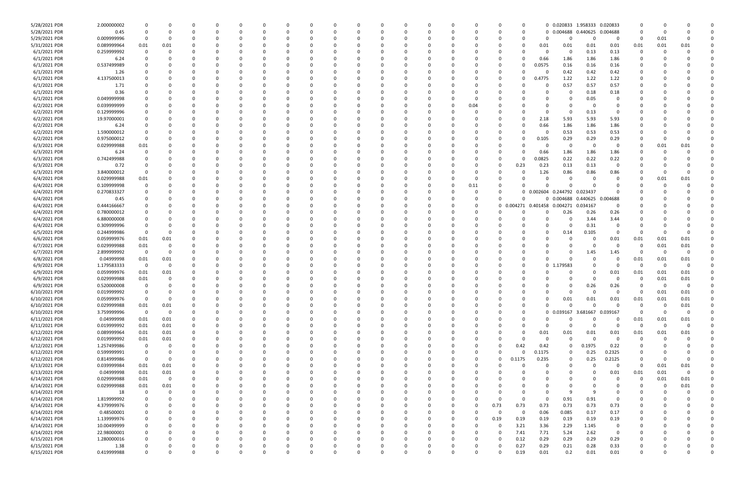| | | | | | | | | | | | | | | | | | | | | | | | | | |
|---|---|---|---|---|---|---|---|---|---|---|---|---|---|---|---|---|---|---|---|---|---|---|---|---|---|
| 5/28/2021 PDR | 2.000000002 | 0 | 0 | 0 | 0 | 0 | 0 | 0 | 0 | 0 | 0 | 0 | 0 | 0 | 0 | 0 | 0 | 0 | 0.020833 | 1.958333 | 0.020833 | 0 | 0 | 0 | 0 |
| 5/28/2021 PDR | 0.45 | 0 | 0 | 0 | 0 | 0 | 0 | 0 | 0 | 0 | 0 | 0 | 0 | 0 | 0 | 0 | 0 | 0 | 0.004688 | 0.440625 | 0.004688 | 0 | 0 | 0 | 0 |
| 5/29/2021 PDR | 0.009999996 | 0 | 0 | 0 | 0 | 0 | 0 | 0 | 0 | 0 | 0 | 0 | 0 | 0 | 0 | 0 | 0 | 0 | 0 | 0 | 0 | 0 | 0.01 | 0 | 0 |
| 5/31/2021 PDR | 0.089999964 | 0.01 | 0.01 | 0 | 0 | 0 | 0 | 0 | 0 | 0 | 0 | 0 | 0 | 0 | 0 | 0 | 0 | 0.01 | 0.01 | 0.01 | 0.01 | 0.01 | 0.01 | 0.01 | 0 |
| 6/1/2021 PDR | 0.259999992 | 0 | 0 | 0 | 0 | 0 | 0 | 0 | 0 | 0 | 0 | 0 | 0 | 0 | 0 | 0 | 0 | 0 | 0 | 0.13 | 0.13 | 0 | 0 | 0 | 0 |
| 6/1/2021 PDR | 6.24 | 0 | 0 | 0 | 0 | 0 | 0 | 0 | 0 | 0 | 0 | 0 | 0 | 0 | 0 | 0 | 0 | 0.66 | 1.86 | 1.86 | 1.86 | 0 | 0 | 0 | 0 |
| 6/1/2021 PDR | 0.537499989 | 0 | 0 | 0 | 0 | 0 | 0 | 0 | 0 | 0 | 0 | 0 | 0 | 0 | 0 | 0 | 0 | 0.0575 | 0.16 | 0.16 | 0.16 | 0 | 0 | 0 | 0 |
| 6/1/2021 PDR | 1.26 | 0 | 0 | 0 | 0 | 0 | 0 | 0 | 0 | 0 | 0 | 0 | 0 | 0 | 0 | 0 | 0 | 0 | 0.42 | 0.42 | 0.42 | 0 | 0 | 0 | 0 |
| 6/1/2021 PDR | 4.137500013 | 0 | 0 | 0 | 0 | 0 | 0 | 0 | 0 | 0 | 0 | 0 | 0 | 0 | 0 | 0 | 0 | 0.4775 | 1.22 | 1.22 | 1.22 | 0 | 0 | 0 | 0 |
| 6/1/2021 PDR | 1.71 | 0 | 0 | 0 | 0 | 0 | 0 | 0 | 0 | 0 | 0 | 0 | 0 | 0 | 0 | 0 | 0 | 0 | 0.57 | 0.57 | 0.57 | 0 | 0 | 0 | 0 |
| 6/1/2021 PDR | 0.36 | 0 | 0 | 0 | 0 | 0 | 0 | 0 | 0 | 0 | 0 | 0 | 0 | 0 | 0 | 0 | 0 | 0 | 0 | 0.18 | 0.18 | 0 | 0 | 0 | 0 |
| 6/1/2021 PDR | 0.049999998 | 0 | 0 | 0 | 0 | 0 | 0 | 0 | 0 | 0 | 0 | 0 | 0 | 0 | 0 | 0 | 0 | 0 | 0 | 0.05 | 0 | 0 | 0 | 0 | 0 |
| 6/2/2021 PDR | 0.039999999 | 0 | 0 | 0 | 0 | 0 | 0 | 0 | 0 | 0 | 0 | 0 | 0 | 0 | 0.04 | 0 | 0 | 0 | 0 | 0 | 0 | 0 | 0 | 0 | 0 |
| 6/2/2021 PDR | 0.129999996 | 0 | 0 | 0 | 0 | 0 | 0 | 0 | 0 | 0 | 0 | 0 | 0 | 0 | 0 | 0 | 0 | 0 | 0 | 0.13 | 0 | 0 | 0 | 0 | 0 |
| 6/2/2021 PDR | 19.97000001 | 0 | 0 | 0 | 0 | 0 | 0 | 0 | 0 | 0 | 0 | 0 | 0 | 0 | 0 | 0 | 0 | 2.18 | 5.93 | 5.93 | 5.93 | 0 | 0 | 0 | 0 |
| 6/2/2021 PDR | 6.24 | 0 | 0 | 0 | 0 | 0 | 0 | 0 | 0 | 0 | 0 | 0 | 0 | 0 | 0 | 0 | 0 | 0.66 | 1.86 | 1.86 | 1.86 | 0 | 0 | 0 | 0 |
| 6/2/2021 PDR | 1.590000012 | 0 | 0 | 0 | 0 | 0 | 0 | 0 | 0 | 0 | 0 | 0 | 0 | 0 | 0 | 0 | 0 | 0 | 0.53 | 0.53 | 0.53 | 0 | 0 | 0 | 0 |
| 6/2/2021 PDR | 0.975000012 | 0 | 0 | 0 | 0 | 0 | 0 | 0 | 0 | 0 | 0 | 0 | 0 | 0 | 0 | 0 | 0 | 0.105 | 0.29 | 0.29 | 0.29 | 0 | 0 | 0 | 0 |
| 6/3/2021 PDR | 0.029999988 | 0.01 | 0 | 0 | 0 | 0 | 0 | 0 | 0 | 0 | 0 | 0 | 0 | 0 | 0 | 0 | 0 | 0 | 0 | 0 | 0 | 0 | 0.01 | 0.01 | 0 |
| 6/3/2021 PDR | 6.24 | 0 | 0 | 0 | 0 | 0 | 0 | 0 | 0 | 0 | 0 | 0 | 0 | 0 | 0 | 0 | 0 | 0.66 | 1.86 | 1.86 | 1.86 | 0 | 0 | 0 | 0 |
| 6/3/2021 PDR | 0.742499988 | 0 | 0 | 0 | 0 | 0 | 0 | 0 | 0 | 0 | 0 | 0 | 0 | 0 | 0 | 0 | 0 | 0.0825 | 0.22 | 0.22 | 0.22 | 0 | 0 | 0 | 0 |
| 6/3/2021 PDR | 0.72 | 0 | 0 | 0 | 0 | 0 | 0 | 0 | 0 | 0 | 0 | 0 | 0 | 0 | 0 | 0 | 0.23 | 0.23 | 0.13 | 0.13 | 0 | 0 | 0 | 0 | 0 |
| 6/3/2021 PDR | 3.840000012 | 0 | 0 | 0 | 0 | 0 | 0 | 0 | 0 | 0 | 0 | 0 | 0 | 0 | 0 | 0 | 0 | 1.26 | 0.86 | 0.86 | 0.86 | 0 | 0 | 0 | 0 |
| 6/4/2021 PDR | 0.029999988 | 0.01 | 0 | 0 | 0 | 0 | 0 | 0 | 0 | 0 | 0 | 0 | 0 | 0 | 0 | 0 | 0 | 0 | 0 | 0 | 0 | 0 | 0.01 | 0.01 | 0 |
| 6/4/2021 PDR | 0.109999998 | 0 | 0 | 0 | 0 | 0 | 0 | 0 | 0 | 0 | 0 | 0 | 0 | 0 | 0.11 | 0 | 0 | 0 | 0 | 0 | 0 | 0 | 0 | 0 | 0 |
| 6/4/2021 PDR | 0.270833327 | 0 | 0 | 0 | 0 | 0 | 0 | 0 | 0 | 0 | 0 | 0 | 0 | 0 | 0 | 0 | 0 | 0.002604 | 0.244792 | 0.023437 | 0 | 0 | 0 | 0 | 0 |
| 6/4/2021 PDR | 0.45 | 0 | 0 | 0 | 0 | 0 | 0 | 0 | 0 | 0 | 0 | 0 | 0 | 0 | 0 | 0 | 0 | 0 | 0.004688 | 0.440625 | 0.004688 | 0 | 0 | 0 | 0 |
| 6/4/2021 PDR | 0.444166667 | 0 | 0 | 0 | 0 | 0 | 0 | 0 | 0 | 0 | 0 | 0 | 0 | 0 | 0 | 0 | 0.004271 | 0.401458 | 0.004271 | 0.034167 | 0 | 0 | 0 | 0 | 0 |
| 6/4/2021 PDR | 0.780000012 | 0 | 0 | 0 | 0 | 0 | 0 | 0 | 0 | 0 | 0 | 0 | 0 | 0 | 0 | 0 | 0 | 0 | 0.26 | 0.26 | 0.26 | 0 | 0 | 0 | 0 |
| 6/4/2021 PDR | 6.880000008 | 0 | 0 | 0 | 0 | 0 | 0 | 0 | 0 | 0 | 0 | 0 | 0 | 0 | 0 | 0 | 0 | 0 | 0 | 3.44 | 3.44 | 0 | 0 | 0 | 0 |
| 6/4/2021 PDR | 0.309999996 | 0 | 0 | 0 | 0 | 0 | 0 | 0 | 0 | 0 | 0 | 0 | 0 | 0 | 0 | 0 | 0 | 0 | 0 | 0.31 | 0 | 0 | 0 | 0 | 0 |
| 6/5/2021 PDR | 0.244999986 | 0 | 0 | 0 | 0 | 0 | 0 | 0 | 0 | 0 | 0 | 0 | 0 | 0 | 0 | 0 | 0 | 0 | 0.14 | 0.105 | 0 | 0 | 0 | 0 | 0 |
| 6/6/2021 PDR | 0.059999976 | 0.01 | 0.01 | 0 | 0 | 0 | 0 | 0 | 0 | 0 | 0 | 0 | 0 | 0 | 0 | 0 | 0 | 0 | 0 | 0 | 0.01 | 0.01 | 0.01 | 0.01 | 0 |
| 6/7/2021 PDR | 0.029999988 | 0.01 | 0 | 0 | 0 | 0 | 0 | 0 | 0 | 0 | 0 | 0 | 0 | 0 | 0 | 0 | 0 | 0 | 0 | 0 | 0 | 0 | 0.01 | 0.01 | 0 |
| 6/7/2021 PDR | 2.899999992 | 0 | 0 | 0 | 0 | 0 | 0 | 0 | 0 | 0 | 0 | 0 | 0 | 0 | 0 | 0 | 0 | 0 | 0 | 1.45 | 1.45 | 0 | 0 | 0 | 0 |
| 6/8/2021 PDR | 0.04999998 | 0.01 | 0.01 | 0 | 0 | 0 | 0 | 0 | 0 | 0 | 0 | 0 | 0 | 0 | 0 | 0 | 0 | 0 | 0 | 0 | 0 | 0.01 | 0.01 | 0.01 | 0 |
| 6/9/2021 PDR | 1.179583333 | 0 | 0 | 0 | 0 | 0 | 0 | 0 | 0 | 0 | 0 | 0 | 0 | 0 | 0 | 0 | 0 | 0 | 1.179583 | 0 | 0 | 0 | 0 | 0 | 0 |
| 6/9/2021 PDR | 0.059999976 | 0.01 | 0.01 | 0 | 0 | 0 | 0 | 0 | 0 | 0 | 0 | 0 | 0 | 0 | 0 | 0 | 0 | 0 | 0 | 0 | 0.01 | 0.01 | 0.01 | 0.01 | 0 |
| 6/9/2021 PDR | 0.029999988 | 0.01 | 0 | 0 | 0 | 0 | 0 | 0 | 0 | 0 | 0 | 0 | 0 | 0 | 0 | 0 | 0 | 0 | 0 | 0 | 0 | 0 | 0.01 | 0.01 | 0 |
| 6/9/2021 PDR | 0.520000008 | 0 | 0 | 0 | 0 | 0 | 0 | 0 | 0 | 0 | 0 | 0 | 0 | 0 | 0 | 0 | 0 | 0 | 0 | 0.26 | 0.26 | 0 | 0 | 0 | 0 |
| 6/10/2021 PDR | 0.019999992 | 0 | 0 | 0 | 0 | 0 | 0 | 0 | 0 | 0 | 0 | 0 | 0 | 0 | 0 | 0 | 0 | 0 | 0 | 0 | 0 | 0 | 0.01 | 0.01 | 0 |
| 6/10/2021 PDR | 0.059999976 | 0 | 0 | 0 | 0 | 0 | 0 | 0 | 0 | 0 | 0 | 0 | 0 | 0 | 0 | 0 | 0 | 0 | 0.01 | 0.01 | 0.01 | 0.01 | 0.01 | 0.01 | 0 |
| 6/10/2021 PDR | 0.029999988 | 0.01 | 0.01 | 0 | 0 | 0 | 0 | 0 | 0 | 0 | 0 | 0 | 0 | 0 | 0 | 0 | 0 | 0 | 0 | 0 | 0 | 0 | 0 | 0.01 | 0 |
| 6/10/2021 PDR | 3.759999996 | 0 | 0 | 0 | 0 | 0 | 0 | 0 | 0 | 0 | 0 | 0 | 0 | 0 | 0 | 0 | 0 | 0 | 0.039167 | 3.681667 | 0.039167 | 0 | 0 | 0 | 0 |
| 6/11/2021 PDR | 0.04999998 | 0.01 | 0.01 | 0 | 0 | 0 | 0 | 0 | 0 | 0 | 0 | 0 | 0 | 0 | 0 | 0 | 0 | 0 | 0 | 0 | 0 | 0.01 | 0.01 | 0.01 | 0 |
| 6/11/2021 PDR | 0.019999992 | 0.01 | 0.01 | 0 | 0 | 0 | 0 | 0 | 0 | 0 | 0 | 0 | 0 | 0 | 0 | 0 | 0 | 0 | 0 | 0 | 0 | 0 | 0 | 0 | 0 |
| 6/12/2021 PDR | 0.089999964 | 0.01 | 0.01 | 0 | 0 | 0 | 0 | 0 | 0 | 0 | 0 | 0 | 0 | 0 | 0 | 0 | 0 | 0.01 | 0.01 | 0.01 | 0.01 | 0.01 | 0.01 | 0.01 | 0 |
| 6/12/2021 PDR | 0.019999992 | 0.01 | 0.01 | 0 | 0 | 0 | 0 | 0 | 0 | 0 | 0 | 0 | 0 | 0 | 0 | 0 | 0 | 0 | 0 | 0 | 0 | 0 | 0 | 0 | 0 |
| 6/12/2021 PDR | 1.257499986 | 0 | 0 | 0 | 0 | 0 | 0 | 0 | 0 | 0 | 0 | 0 | 0 | 0 | 0 | 0 | 0.42 | 0.42 | 0 | 0.1975 | 0.22 | 0 | 0 | 0 | 0 |
| 6/12/2021 PDR | 0.599999991 | 0 | 0 | 0 | 0 | 0 | 0 | 0 | 0 | 0 | 0 | 0 | 0 | 0 | 0 | 0 | 0 | 0.1175 | 0 | 0.25 | 0.2325 | 0 | 0 | 0 | 0 |
| 6/12/2021 PDR | 0.814999986 | 0 | 0 | 0 | 0 | 0 | 0 | 0 | 0 | 0 | 0 | 0 | 0 | 0 | 0 | 0 | 0.1175 | 0.235 | 0 | 0.25 | 0.2125 | 0 | 0 | 0 | 0 |
| 6/13/2021 PDR | 0.039999984 | 0.01 | 0.01 | 0 | 0 | 0 | 0 | 0 | 0 | 0 | 0 | 0 | 0 | 0 | 0 | 0 | 0 | 0 | 0 | 0 | 0 | 0 | 0.01 | 0.01 | 0 |
| 6/13/2021 PDR | 0.04999998 | 0.01 | 0.01 | 0 | 0 | 0 | 0 | 0 | 0 | 0 | 0 | 0 | 0 | 0 | 0 | 0 | 0 | 0 | 0 | 0 | 0.01 | 0.01 | 0.01 | 0 | 0 |
| 6/14/2021 PDR | 0.029999988 | 0.01 | 0 | 0 | 0 | 0 | 0 | 0 | 0 | 0 | 0 | 0 | 0 | 0 | 0 | 0 | 0 | 0 | 0 | 0 | 0 | 0 | 0.01 | 0.01 | 0 |
| 6/14/2021 PDR | 0.029999988 | 0.01 | 0.01 | 0 | 0 | 0 | 0 | 0 | 0 | 0 | 0 | 0 | 0 | 0 | 0 | 0 | 0 | 0 | 0 | 0 | 0 | 0 | 0 | 0.01 | 0 |
| 6/14/2021 PDR | 18 | 0 | 0 | 0 | 0 | 0 | 0 | 0 | 0 | 0 | 0 | 0 | 0 | 0 | 0 | 0 | 0 | 0 | 9 | 9 | 0 | 0 | 0 | 0 | 0 |
| 6/14/2021 PDR | 1.819999992 | 0 | 0 | 0 | 0 | 0 | 0 | 0 | 0 | 0 | 0 | 0 | 0 | 0 | 0 | 0 | 0 | 0 | 0.91 | 0.91 | 0 | 0 | 0 | 0 | 0 |
| 6/14/2021 PDR | 4.379999976 | 0 | 0 | 0 | 0 | 0 | 0 | 0 | 0 | 0 | 0 | 0 | 0 | 0 | 0 | 0.73 | 0.73 | 0.73 | 0.73 | 0.73 | 0.73 | 0 | 0 | 0 | 0 |
| 6/14/2021 PDR | 0.48500001 | 0 | 0 | 0 | 0 | 0 | 0 | 0 | 0 | 0 | 0 | 0 | 0 | 0 | 0 | 0 | 0 | 0.06 | 0.085 | 0.17 | 0.17 | 0 | 0 | 0 | 0 |
| 6/14/2021 PDR | 1.139999976 | 0 | 0 | 0 | 0 | 0 | 0 | 0 | 0 | 0 | 0 | 0 | 0 | 0 | 0 | 0.19 | 0.19 | 0.19 | 0.19 | 0.19 | 0.19 | 0 | 0 | 0 | 0 |
| 6/14/2021 PDR | 10.00499999 | 0 | 0 | 0 | 0 | 0 | 0 | 0 | 0 | 0 | 0 | 0 | 0 | 0 | 0 | 0 | 3.21 | 3.36 | 2.29 | 1.145 | 0 | 0 | 0 | 0 | 0 |
| 6/14/2021 PDR | 22.98000001 | 0 | 0 | 0 | 0 | 0 | 0 | 0 | 0 | 0 | 0 | 0 | 0 | 0 | 0 | 0 | 7.41 | 7.71 | 5.24 | 2.62 | 0 | 0 | 0 | 0 | 0 |
| 6/15/2021 PDR | 1.280000016 | 0 | 0 | 0 | 0 | 0 | 0 | 0 | 0 | 0 | 0 | 0 | 0 | 0 | 0 | 0 | 0.12 | 0.29 | 0.29 | 0.29 | 0.29 | 0 | 0 | 0 | 0 |
| 6/15/2021 PDR | 1.38 | 0 | 0 | 0 | 0 | 0 | 0 | 0 | 0 | 0 | 0 | 0 | 0 | 0 | 0 | 0 | 0.27 | 0.29 | 0.21 | 0.28 | 0.33 | 0 | 0 | 0 | 0 |
| 6/15/2021 PDR | 0.419999988 | 0 | 0 | 0 | 0 | 0 | 0 | 0 | 0 | 0 | 0 | 0 | 0 | 0 | 0 | 0 | 0.19 | 0.01 | 0.2 | 0.01 | 0.01 | 0 | 0 | 0 | 0 |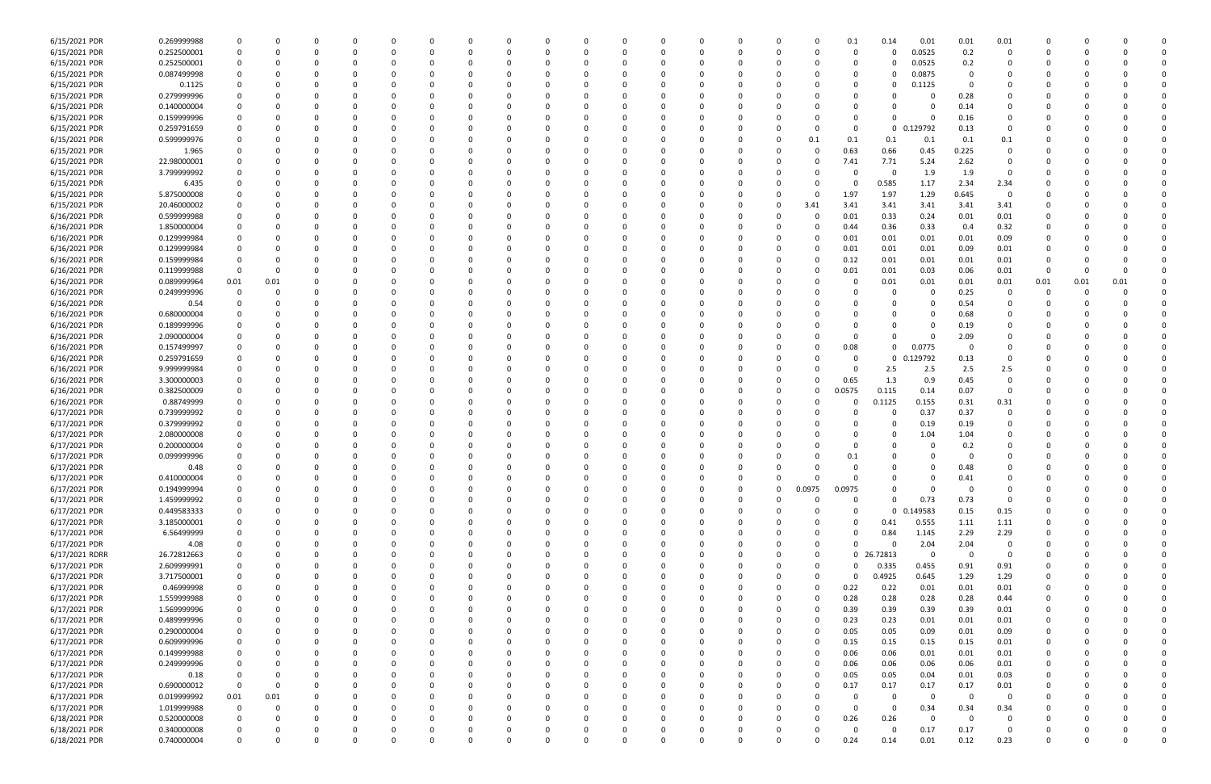| | | | | | | | | | | | | | | | | | | | | | | | | | | | |
|---|---|---|---|---|---|---|---|---|---|---|---|---|---|---|---|---|---|---|---|---|---|---|---|---|---|---|---|
| 6/15/2021 PDR | 0.269999988 | 0 | 0 | 0 | 0 | 0 | 0 | 0 | 0 | 0 | 0 | 0 | 0 | 0 | 0 | 0 | 0 | 0 | 0.1 | 0.14 | 0.01 | 0.01 | 0.01 | 0 | 0 | 0 | 0 |
| 6/15/2021 PDR | 0.252500001 | 0 | 0 | 0 | 0 | 0 | 0 | 0 | 0 | 0 | 0 | 0 | 0 | 0 | 0 | 0 | 0 | 0 | 0 | 0 | 0.0525 | 0.2 | 0 | 0 | 0 | 0 | 0 |
| 6/15/2021 PDR | 0.252500001 | 0 | 0 | 0 | 0 | 0 | 0 | 0 | 0 | 0 | 0 | 0 | 0 | 0 | 0 | 0 | 0 | 0 | 0 | 0 | 0.0525 | 0.2 | 0 | 0 | 0 | 0 | 0 |
| 6/15/2021 PDR | 0.087499998 | 0 | 0 | 0 | 0 | 0 | 0 | 0 | 0 | 0 | 0 | 0 | 0 | 0 | 0 | 0 | 0 | 0 | 0 | 0 | 0.0875 | 0 | 0 | 0 | 0 | 0 | 0 |
| 6/15/2021 PDR | 0.1125 | 0 | 0 | 0 | 0 | 0 | 0 | 0 | 0 | 0 | 0 | 0 | 0 | 0 | 0 | 0 | 0 | 0 | 0 | 0 | 0.1125 | 0 | 0 | 0 | 0 | 0 | 0 |
| 6/15/2021 PDR | 0.279999996 | 0 | 0 | 0 | 0 | 0 | 0 | 0 | 0 | 0 | 0 | 0 | 0 | 0 | 0 | 0 | 0 | 0 | 0 | 0 | 0 | 0.28 | 0 | 0 | 0 | 0 | 0 |
| 6/15/2021 PDR | 0.140000004 | 0 | 0 | 0 | 0 | 0 | 0 | 0 | 0 | 0 | 0 | 0 | 0 | 0 | 0 | 0 | 0 | 0 | 0 | 0 | 0 | 0.14 | 0 | 0 | 0 | 0 | 0 |
| 6/15/2021 PDR | 0.159999996 | 0 | 0 | 0 | 0 | 0 | 0 | 0 | 0 | 0 | 0 | 0 | 0 | 0 | 0 | 0 | 0 | 0 | 0 | 0 | 0 | 0.16 | 0 | 0 | 0 | 0 | 0 |
| 6/15/2021 PDR | 0.259791659 | 0 | 0 | 0 | 0 | 0 | 0 | 0 | 0 | 0 | 0 | 0 | 0 | 0 | 0 | 0 | 0 | 0 | 0 | 0 | 0.129792 | 0.13 | 0 | 0 | 0 | 0 | 0 |
| 6/15/2021 PDR | 0.599999976 | 0 | 0 | 0 | 0 | 0 | 0 | 0 | 0 | 0 | 0 | 0 | 0 | 0 | 0 | 0 | 0 | 0.1 | 0.1 | 0.1 | 0.1 | 0.1 | 0.1 | 0 | 0 | 0 | 0 |
| 6/15/2021 PDR | 1.965 | 0 | 0 | 0 | 0 | 0 | 0 | 0 | 0 | 0 | 0 | 0 | 0 | 0 | 0 | 0 | 0 | 0 | 0.63 | 0.66 | 0.45 | 0.225 | 0 | 0 | 0 | 0 | 0 |
| 6/15/2021 PDR | 22.98000001 | 0 | 0 | 0 | 0 | 0 | 0 | 0 | 0 | 0 | 0 | 0 | 0 | 0 | 0 | 0 | 0 | 0 | 7.41 | 7.71 | 5.24 | 2.62 | 0 | 0 | 0 | 0 | 0 |
| 6/15/2021 PDR | 3.799999992 | 0 | 0 | 0 | 0 | 0 | 0 | 0 | 0 | 0 | 0 | 0 | 0 | 0 | 0 | 0 | 0 | 0 | 0 | 0 | 1.9 | 1.9 | 0 | 0 | 0 | 0 | 0 |
| 6/15/2021 PDR | 6.435 | 0 | 0 | 0 | 0 | 0 | 0 | 0 | 0 | 0 | 0 | 0 | 0 | 0 | 0 | 0 | 0 | 0 | 0 | 0.585 | 1.17 | 2.34 | 2.34 | 0 | 0 | 0 | 0 |
| 6/15/2021 PDR | 5.875000008 | 0 | 0 | 0 | 0 | 0 | 0 | 0 | 0 | 0 | 0 | 0 | 0 | 0 | 0 | 0 | 0 | 0 | 1.97 | 1.97 | 1.29 | 0.645 | 0 | 0 | 0 | 0 | 0 |
| 6/15/2021 PDR | 20.46000002 | 0 | 0 | 0 | 0 | 0 | 0 | 0 | 0 | 0 | 0 | 0 | 0 | 0 | 0 | 0 | 0 | 3.41 | 3.41 | 3.41 | 3.41 | 3.41 | 3.41 | 0 | 0 | 0 | 0 |
| 6/16/2021 PDR | 0.599999988 | 0 | 0 | 0 | 0 | 0 | 0 | 0 | 0 | 0 | 0 | 0 | 0 | 0 | 0 | 0 | 0 | 0 | 0.01 | 0.33 | 0.24 | 0.01 | 0.01 | 0 | 0 | 0 | 0 |
| 6/16/2021 PDR | 1.850000004 | 0 | 0 | 0 | 0 | 0 | 0 | 0 | 0 | 0 | 0 | 0 | 0 | 0 | 0 | 0 | 0 | 0 | 0.44 | 0.36 | 0.33 | 0.4 | 0.32 | 0 | 0 | 0 | 0 |
| 6/16/2021 PDR | 0.129999984 | 0 | 0 | 0 | 0 | 0 | 0 | 0 | 0 | 0 | 0 | 0 | 0 | 0 | 0 | 0 | 0 | 0 | 0.01 | 0.01 | 0.01 | 0.01 | 0.09 | 0 | 0 | 0 | 0 |
| 6/16/2021 PDR | 0.129999984 | 0 | 0 | 0 | 0 | 0 | 0 | 0 | 0 | 0 | 0 | 0 | 0 | 0 | 0 | 0 | 0 | 0 | 0.01 | 0.01 | 0.01 | 0.09 | 0.01 | 0 | 0 | 0 | 0 |
| 6/16/2021 PDR | 0.159999984 | 0 | 0 | 0 | 0 | 0 | 0 | 0 | 0 | 0 | 0 | 0 | 0 | 0 | 0 | 0 | 0 | 0 | 0.12 | 0.01 | 0.01 | 0.01 | 0.01 | 0 | 0 | 0 | 0 |
| 6/16/2021 PDR | 0.119999988 | 0 | 0 | 0 | 0 | 0 | 0 | 0 | 0 | 0 | 0 | 0 | 0 | 0 | 0 | 0 | 0 | 0 | 0.01 | 0.01 | 0.03 | 0.06 | 0.01 | 0 | 0 | 0 | 0 |
| 6/16/2021 PDR | 0.089999964 | 0.01 | 0.01 | 0 | 0 | 0 | 0 | 0 | 0 | 0 | 0 | 0 | 0 | 0 | 0 | 0 | 0 | 0 | 0 | 0.01 | 0.01 | 0.01 | 0.01 | 0.01 | 0.01 | 0.01 | 0 |
| 6/16/2021 PDR | 0.249999996 | 0 | 0 | 0 | 0 | 0 | 0 | 0 | 0 | 0 | 0 | 0 | 0 | 0 | 0 | 0 | 0 | 0 | 0 | 0 | 0 | 0.25 | 0 | 0 | 0 | 0 | 0 |
| 6/16/2021 PDR | 0.54 | 0 | 0 | 0 | 0 | 0 | 0 | 0 | 0 | 0 | 0 | 0 | 0 | 0 | 0 | 0 | 0 | 0 | 0 | 0 | 0 | 0.54 | 0 | 0 | 0 | 0 | 0 |
| 6/16/2021 PDR | 0.680000004 | 0 | 0 | 0 | 0 | 0 | 0 | 0 | 0 | 0 | 0 | 0 | 0 | 0 | 0 | 0 | 0 | 0 | 0 | 0 | 0 | 0.68 | 0 | 0 | 0 | 0 | 0 |
| 6/16/2021 PDR | 0.189999996 | 0 | 0 | 0 | 0 | 0 | 0 | 0 | 0 | 0 | 0 | 0 | 0 | 0 | 0 | 0 | 0 | 0 | 0 | 0 | 0 | 0.19 | 0 | 0 | 0 | 0 | 0 |
| 6/16/2021 PDR | 2.090000004 | 0 | 0 | 0 | 0 | 0 | 0 | 0 | 0 | 0 | 0 | 0 | 0 | 0 | 0 | 0 | 0 | 0 | 0 | 0 | 0 | 2.09 | 0 | 0 | 0 | 0 | 0 |
| 6/16/2021 PDR | 0.157499997 | 0 | 0 | 0 | 0 | 0 | 0 | 0 | 0 | 0 | 0 | 0 | 0 | 0 | 0 | 0 | 0 | 0 | 0.08 | 0 | 0.0775 | 0 | 0 | 0 | 0 | 0 | 0 |
| 6/16/2021 PDR | 0.259791659 | 0 | 0 | 0 | 0 | 0 | 0 | 0 | 0 | 0 | 0 | 0 | 0 | 0 | 0 | 0 | 0 | 0 | 0 | 0 | 0.129792 | 0.13 | 0 | 0 | 0 | 0 | 0 |
| 6/16/2021 PDR | 9.999999984 | 0 | 0 | 0 | 0 | 0 | 0 | 0 | 0 | 0 | 0 | 0 | 0 | 0 | 0 | 0 | 0 | 0 | 0 | 2.5 | 2.5 | 2.5 | 2.5 | 0 | 0 | 0 | 0 |
| 6/16/2021 PDR | 3.300000003 | 0 | 0 | 0 | 0 | 0 | 0 | 0 | 0 | 0 | 0 | 0 | 0 | 0 | 0 | 0 | 0 | 0 | 0.65 | 1.3 | 0.9 | 0.45 | 0 | 0 | 0 | 0 | 0 |
| 6/16/2021 PDR | 0.382500009 | 0 | 0 | 0 | 0 | 0 | 0 | 0 | 0 | 0 | 0 | 0 | 0 | 0 | 0 | 0 | 0 | 0 | 0.0575 | 0.115 | 0.14 | 0.07 | 0 | 0 | 0 | 0 | 0 |
| 6/16/2021 PDR | 0.88749999 | 0 | 0 | 0 | 0 | 0 | 0 | 0 | 0 | 0 | 0 | 0 | 0 | 0 | 0 | 0 | 0 | 0 | 0 | 0.1125 | 0.155 | 0.31 | 0.31 | 0 | 0 | 0 | 0 |
| 6/17/2021 PDR | 0.739999992 | 0 | 0 | 0 | 0 | 0 | 0 | 0 | 0 | 0 | 0 | 0 | 0 | 0 | 0 | 0 | 0 | 0 | 0 | 0 | 0.37 | 0.37 | 0 | 0 | 0 | 0 | 0 |
| 6/17/2021 PDR | 0.379999992 | 0 | 0 | 0 | 0 | 0 | 0 | 0 | 0 | 0 | 0 | 0 | 0 | 0 | 0 | 0 | 0 | 0 | 0 | 0 | 0.19 | 0.19 | 0 | 0 | 0 | 0 | 0 |
| 6/17/2021 PDR | 2.080000008 | 0 | 0 | 0 | 0 | 0 | 0 | 0 | 0 | 0 | 0 | 0 | 0 | 0 | 0 | 0 | 0 | 0 | 0 | 0 | 1.04 | 1.04 | 0 | 0 | 0 | 0 | 0 |
| 6/17/2021 PDR | 0.200000004 | 0 | 0 | 0 | 0 | 0 | 0 | 0 | 0 | 0 | 0 | 0 | 0 | 0 | 0 | 0 | 0 | 0 | 0 | 0 | 0 | 0.2 | 0 | 0 | 0 | 0 | 0 |
| 6/17/2021 PDR | 0.099999996 | 0 | 0 | 0 | 0 | 0 | 0 | 0 | 0 | 0 | 0 | 0 | 0 | 0 | 0 | 0 | 0 | 0 | 0.1 | 0 | 0 | 0 | 0 | 0 | 0 | 0 | 0 |
| 6/17/2021 PDR | 0.48 | 0 | 0 | 0 | 0 | 0 | 0 | 0 | 0 | 0 | 0 | 0 | 0 | 0 | 0 | 0 | 0 | 0 | 0 | 0 | 0 | 0.48 | 0 | 0 | 0 | 0 | 0 |
| 6/17/2021 PDR | 0.410000004 | 0 | 0 | 0 | 0 | 0 | 0 | 0 | 0 | 0 | 0 | 0 | 0 | 0 | 0 | 0 | 0 | 0 | 0 | 0 | 0 | 0.41 | 0 | 0 | 0 | 0 | 0 |
| 6/17/2021 PDR | 0.194999994 | 0 | 0 | 0 | 0 | 0 | 0 | 0 | 0 | 0 | 0 | 0 | 0 | 0 | 0 | 0 | 0 | 0.0975 | 0.0975 | 0 | 0 | 0 | 0 | 0 | 0 | 0 | 0 |
| 6/17/2021 PDR | 1.459999992 | 0 | 0 | 0 | 0 | 0 | 0 | 0 | 0 | 0 | 0 | 0 | 0 | 0 | 0 | 0 | 0 | 0 | 0 | 0 | 0.73 | 0.73 | 0 | 0 | 0 | 0 | 0 |
| 6/17/2021 PDR | 0.449583333 | 0 | 0 | 0 | 0 | 0 | 0 | 0 | 0 | 0 | 0 | 0 | 0 | 0 | 0 | 0 | 0 | 0 | 0 | 0 | 0.149583 | 0.15 | 0.15 | 0 | 0 | 0 | 0 |
| 6/17/2021 PDR | 3.185000001 | 0 | 0 | 0 | 0 | 0 | 0 | 0 | 0 | 0 | 0 | 0 | 0 | 0 | 0 | 0 | 0 | 0 | 0 | 0.41 | 0.555 | 1.11 | 1.11 | 0 | 0 | 0 | 0 |
| 6/17/2021 PDR | 6.56499999 | 0 | 0 | 0 | 0 | 0 | 0 | 0 | 0 | 0 | 0 | 0 | 0 | 0 | 0 | 0 | 0 | 0 | 0 | 0.84 | 1.145 | 2.29 | 2.29 | 0 | 0 | 0 | 0 |
| 6/17/2021 PDR | 4.08 | 0 | 0 | 0 | 0 | 0 | 0 | 0 | 0 | 0 | 0 | 0 | 0 | 0 | 0 | 0 | 0 | 0 | 0 | 0 | 2.04 | 2.04 | 0 | 0 | 0 | 0 | 0 |
| 6/17/2021 RDRR | 26.72812663 | 0 | 0 | 0 | 0 | 0 | 0 | 0 | 0 | 0 | 0 | 0 | 0 | 0 | 0 | 0 | 0 | 0 | 0 | 26.72813 | 0 | 0 | 0 | 0 | 0 | 0 | 0 |
| 6/17/2021 PDR | 2.609999991 | 0 | 0 | 0 | 0 | 0 | 0 | 0 | 0 | 0 | 0 | 0 | 0 | 0 | 0 | 0 | 0 | 0 | 0 | 0.335 | 0.455 | 0.91 | 0.91 | 0 | 0 | 0 | 0 |
| 6/17/2021 PDR | 3.717500001 | 0 | 0 | 0 | 0 | 0 | 0 | 0 | 0 | 0 | 0 | 0 | 0 | 0 | 0 | 0 | 0 | 0 | 0 | 0.4925 | 0.645 | 1.29 | 1.29 | 0 | 0 | 0 | 0 |
| 6/17/2021 PDR | 0.46999998 | 0 | 0 | 0 | 0 | 0 | 0 | 0 | 0 | 0 | 0 | 0 | 0 | 0 | 0 | 0 | 0 | 0 | 0.22 | 0.22 | 0.01 | 0.01 | 0.01 | 0 | 0 | 0 | 0 |
| 6/17/2021 PDR | 1.559999988 | 0 | 0 | 0 | 0 | 0 | 0 | 0 | 0 | 0 | 0 | 0 | 0 | 0 | 0 | 0 | 0 | 0 | 0.28 | 0.28 | 0.28 | 0.28 | 0.44 | 0 | 0 | 0 | 0 |
| 6/17/2021 PDR | 1.569999996 | 0 | 0 | 0 | 0 | 0 | 0 | 0 | 0 | 0 | 0 | 0 | 0 | 0 | 0 | 0 | 0 | 0 | 0.39 | 0.39 | 0.39 | 0.39 | 0.01 | 0 | 0 | 0 | 0 |
| 6/17/2021 PDR | 0.489999996 | 0 | 0 | 0 | 0 | 0 | 0 | 0 | 0 | 0 | 0 | 0 | 0 | 0 | 0 | 0 | 0 | 0 | 0.23 | 0.23 | 0.01 | 0.01 | 0.01 | 0 | 0 | 0 | 0 |
| 6/17/2021 PDR | 0.290000004 | 0 | 0 | 0 | 0 | 0 | 0 | 0 | 0 | 0 | 0 | 0 | 0 | 0 | 0 | 0 | 0 | 0 | 0.05 | 0.05 | 0.09 | 0.01 | 0.09 | 0 | 0 | 0 | 0 |
| 6/17/2021 PDR | 0.609999996 | 0 | 0 | 0 | 0 | 0 | 0 | 0 | 0 | 0 | 0 | 0 | 0 | 0 | 0 | 0 | 0 | 0 | 0.15 | 0.15 | 0.15 | 0.15 | 0.01 | 0 | 0 | 0 | 0 |
| 6/17/2021 PDR | 0.149999988 | 0 | 0 | 0 | 0 | 0 | 0 | 0 | 0 | 0 | 0 | 0 | 0 | 0 | 0 | 0 | 0 | 0 | 0.06 | 0.06 | 0.01 | 0.01 | 0.01 | 0 | 0 | 0 | 0 |
| 6/17/2021 PDR | 0.249999996 | 0 | 0 | 0 | 0 | 0 | 0 | 0 | 0 | 0 | 0 | 0 | 0 | 0 | 0 | 0 | 0 | 0 | 0.06 | 0.06 | 0.06 | 0.06 | 0.01 | 0 | 0 | 0 | 0 |
| 6/17/2021 PDR | 0.18 | 0 | 0 | 0 | 0 | 0 | 0 | 0 | 0 | 0 | 0 | 0 | 0 | 0 | 0 | 0 | 0 | 0 | 0.05 | 0.05 | 0.04 | 0.01 | 0.03 | 0 | 0 | 0 | 0 |
| 6/17/2021 PDR | 0.690000012 | 0 | 0 | 0 | 0 | 0 | 0 | 0 | 0 | 0 | 0 | 0 | 0 | 0 | 0 | 0 | 0 | 0 | 0.17 | 0.17 | 0.17 | 0.17 | 0.01 | 0 | 0 | 0 | 0 |
| 6/17/2021 PDR | 0.019999992 | 0.01 | 0.01 | 0 | 0 | 0 | 0 | 0 | 0 | 0 | 0 | 0 | 0 | 0 | 0 | 0 | 0 | 0 | 0 | 0 | 0 | 0 | 0 | 0 | 0 | 0 | 0 |
| 6/17/2021 PDR | 1.019999988 | 0 | 0 | 0 | 0 | 0 | 0 | 0 | 0 | 0 | 0 | 0 | 0 | 0 | 0 | 0 | 0 | 0 | 0 | 0 | 0.34 | 0.34 | 0.34 | 0 | 0 | 0 | 0 |
| 6/18/2021 PDR | 0.520000008 | 0 | 0 | 0 | 0 | 0 | 0 | 0 | 0 | 0 | 0 | 0 | 0 | 0 | 0 | 0 | 0 | 0 | 0.26 | 0.26 | 0 | 0 | 0 | 0 | 0 | 0 | 0 |
| 6/18/2021 PDR | 0.340000008 | 0 | 0 | 0 | 0 | 0 | 0 | 0 | 0 | 0 | 0 | 0 | 0 | 0 | 0 | 0 | 0 | 0 | 0 | 0 | 0.17 | 0.17 | 0 | 0 | 0 | 0 | 0 |
| 6/18/2021 PDR | 0.740000004 | 0 | 0 | 0 | 0 | 0 | 0 | 0 | 0 | 0 | 0 | 0 | 0 | 0 | 0 | 0 | 0 | 0 | 0.24 | 0.14 | 0.01 | 0.12 | 0.23 | 0 | 0 | 0 | 0 |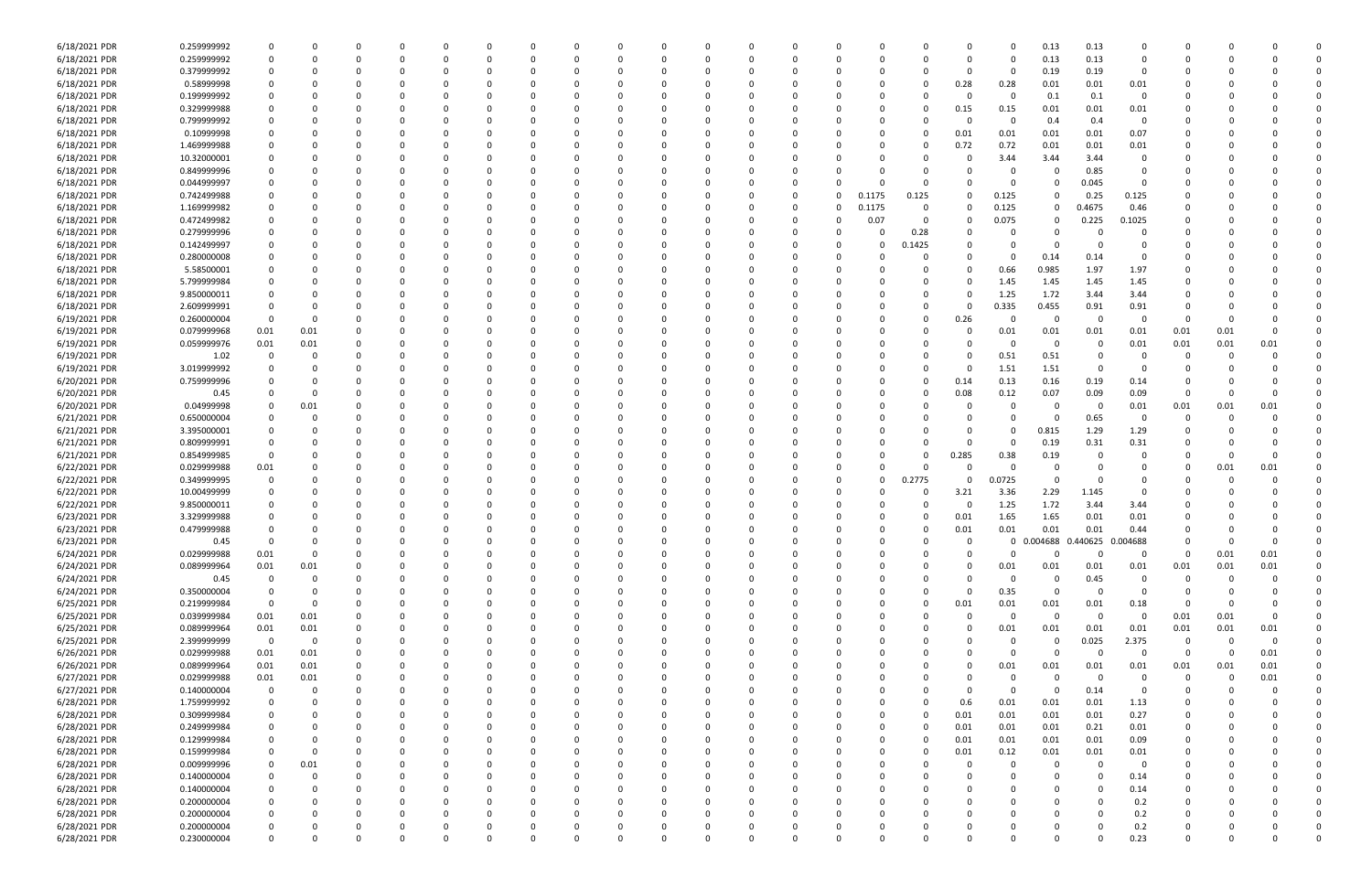| | | | | | | | | | | | | | | | | | | | | | | | | | | | |
|---|---|---|---|---|---|---|---|---|---|---|---|---|---|---|---|---|---|---|---|---|---|---|---|---|---|---|---|
| 6/18/2021 PDR | 0.259999992 | 0 | 0 | 0 | 0 | 0 | 0 | 0 | 0 | 0 | 0 | 0 | 0 | 0 | 0 | 0 | 0 | 0 | 0 | 0.13 | 0.13 | 0 | 0 | 0 | 0 | 0 | 0 |
| 6/18/2021 PDR | 0.259999992 | 0 | 0 | 0 | 0 | 0 | 0 | 0 | 0 | 0 | 0 | 0 | 0 | 0 | 0 | 0 | 0 | 0 | 0 | 0.13 | 0.13 | 0 | 0 | 0 | 0 | 0 | 0 |
| 6/18/2021 PDR | 0.379999992 | 0 | 0 | 0 | 0 | 0 | 0 | 0 | 0 | 0 | 0 | 0 | 0 | 0 | 0 | 0 | 0 | 0 | 0 | 0.19 | 0.19 | 0 | 0 | 0 | 0 | 0 | 0 |
| 6/18/2021 PDR | 0.58999998 | 0 | 0 | 0 | 0 | 0 | 0 | 0 | 0 | 0 | 0 | 0 | 0 | 0 | 0 | 0 | 0 | 0.28 | 0.28 | 0.01 | 0.01 | 0.01 | 0 | 0 | 0 | 0 | 0 |
| 6/18/2021 PDR | 0.199999992 | 0 | 0 | 0 | 0 | 0 | 0 | 0 | 0 | 0 | 0 | 0 | 0 | 0 | 0 | 0 | 0 | 0 | 0 | 0.1 | 0.1 | 0 | 0 | 0 | 0 | 0 | 0 |
| 6/18/2021 PDR | 0.329999988 | 0 | 0 | 0 | 0 | 0 | 0 | 0 | 0 | 0 | 0 | 0 | 0 | 0 | 0 | 0 | 0 | 0.15 | 0.15 | 0.01 | 0.01 | 0.01 | 0 | 0 | 0 | 0 | 0 |
| 6/18/2021 PDR | 0.799999992 | 0 | 0 | 0 | 0 | 0 | 0 | 0 | 0 | 0 | 0 | 0 | 0 | 0 | 0 | 0 | 0 | 0 | 0 | 0.4 | 0.4 | 0 | 0 | 0 | 0 | 0 | 0 |
| 6/18/2021 PDR | 0.10999998 | 0 | 0 | 0 | 0 | 0 | 0 | 0 | 0 | 0 | 0 | 0 | 0 | 0 | 0 | 0 | 0 | 0.01 | 0.01 | 0.01 | 0.01 | 0.07 | 0 | 0 | 0 | 0 | 0 |
| 6/18/2021 PDR | 1.469999988 | 0 | 0 | 0 | 0 | 0 | 0 | 0 | 0 | 0 | 0 | 0 | 0 | 0 | 0 | 0 | 0 | 0.72 | 0.72 | 0.01 | 0.01 | 0.01 | 0 | 0 | 0 | 0 | 0 |
| 6/18/2021 PDR | 10.32000001 | 0 | 0 | 0 | 0 | 0 | 0 | 0 | 0 | 0 | 0 | 0 | 0 | 0 | 0 | 0 | 0 | 0 | 3.44 | 3.44 | 3.44 | 0 | 0 | 0 | 0 | 0 | 0 |
| 6/18/2021 PDR | 0.849999996 | 0 | 0 | 0 | 0 | 0 | 0 | 0 | 0 | 0 | 0 | 0 | 0 | 0 | 0 | 0 | 0 | 0 | 0 | 0 | 0.85 | 0 | 0 | 0 | 0 | 0 | 0 |
| 6/18/2021 PDR | 0.044999997 | 0 | 0 | 0 | 0 | 0 | 0 | 0 | 0 | 0 | 0 | 0 | 0 | 0 | 0 | 0 | 0 | 0 | 0 | 0 | 0.045 | 0 | 0 | 0 | 0 | 0 | 0 |
| 6/18/2021 PDR | 0.742499988 | 0 | 0 | 0 | 0 | 0 | 0 | 0 | 0 | 0 | 0 | 0 | 0 | 0 | 0 | 0.1175 | 0.125 | 0 | 0.125 | 0 | 0.25 | 0.125 | 0 | 0 | 0 | 0 | 0 |
| 6/18/2021 PDR | 1.169999982 | 0 | 0 | 0 | 0 | 0 | 0 | 0 | 0 | 0 | 0 | 0 | 0 | 0 | 0 | 0.1175 | 0 | 0 | 0.125 | 0 | 0.4675 | 0.46 | 0 | 0 | 0 | 0 | 0 |
| 6/18/2021 PDR | 0.472499982 | 0 | 0 | 0 | 0 | 0 | 0 | 0 | 0 | 0 | 0 | 0 | 0 | 0 | 0 | 0.07 | 0 | 0 | 0.075 | 0 | 0.225 | 0.1025 | 0 | 0 | 0 | 0 | 0 |
| 6/18/2021 PDR | 0.279999996 | 0 | 0 | 0 | 0 | 0 | 0 | 0 | 0 | 0 | 0 | 0 | 0 | 0 | 0 | 0 | 0.28 | 0 | 0 | 0 | 0 | 0 | 0 | 0 | 0 | 0 | 0 |
| 6/18/2021 PDR | 0.142499997 | 0 | 0 | 0 | 0 | 0 | 0 | 0 | 0 | 0 | 0 | 0 | 0 | 0 | 0 | 0 | 0.1425 | 0 | 0 | 0 | 0 | 0 | 0 | 0 | 0 | 0 | 0 |
| 6/18/2021 PDR | 0.280000008 | 0 | 0 | 0 | 0 | 0 | 0 | 0 | 0 | 0 | 0 | 0 | 0 | 0 | 0 | 0 | 0 | 0 | 0 | 0.14 | 0.14 | 0 | 0 | 0 | 0 | 0 | 0 |
| 6/18/2021 PDR | 5.58500001 | 0 | 0 | 0 | 0 | 0 | 0 | 0 | 0 | 0 | 0 | 0 | 0 | 0 | 0 | 0 | 0 | 0 | 0.66 | 0.985 | 1.97 | 1.97 | 0 | 0 | 0 | 0 | 0 |
| 6/18/2021 PDR | 5.799999984 | 0 | 0 | 0 | 0 | 0 | 0 | 0 | 0 | 0 | 0 | 0 | 0 | 0 | 0 | 0 | 0 | 0 | 1.45 | 1.45 | 1.45 | 1.45 | 0 | 0 | 0 | 0 | 0 |
| 6/18/2021 PDR | 9.850000011 | 0 | 0 | 0 | 0 | 0 | 0 | 0 | 0 | 0 | 0 | 0 | 0 | 0 | 0 | 0 | 0 | 0 | 1.25 | 1.72 | 3.44 | 3.44 | 0 | 0 | 0 | 0 | 0 |
| 6/18/2021 PDR | 2.60999991 | 0 | 0 | 0 | 0 | 0 | 0 | 0 | 0 | 0 | 0 | 0 | 0 | 0 | 0 | 0 | 0 | 0 | 0.335 | 0.455 | 0.91 | 0.91 | 0 | 0 | 0 | 0 | 0 |
| 6/19/2021 PDR | 0.260000004 | 0 | 0 | 0 | 0 | 0 | 0 | 0 | 0 | 0 | 0 | 0 | 0 | 0 | 0 | 0 | 0 | 0.26 | 0 | 0 | 0 | 0 | 0 | 0 | 0 | 0 | 0 |
| 6/19/2021 PDR | 0.079999968 | 0.01 | 0.01 | 0 | 0 | 0 | 0 | 0 | 0 | 0 | 0 | 0 | 0 | 0 | 0 | 0 | 0 | 0 | 0 | 0.01 | 0.01 | 0.01 | 0.01 | 0.01 | 0.01 | 0 | 0 |
| 6/19/2021 PDR | 0.059999976 | 0.01 | 0.01 | 0 | 0 | 0 | 0 | 0 | 0 | 0 | 0 | 0 | 0 | 0 | 0 | 0 | 0 | 0 | 0 | 0 | 0 | 0 | 0.01 | 0.01 | 0.01 | 0.01 | 0 |
| 6/19/2021 PDR | 1.02 | 0 | 0 | 0 | 0 | 0 | 0 | 0 | 0 | 0 | 0 | 0 | 0 | 0 | 0 | 0 | 0 | 0 | 0.51 | 0.51 | 0 | 0 | 0 | 0 | 0 | 0 | 0 |
| 6/19/2021 PDR | 3.019999992 | 0 | 0 | 0 | 0 | 0 | 0 | 0 | 0 | 0 | 0 | 0 | 0 | 0 | 0 | 0 | 0 | 0 | 1.51 | 1.51 | 0 | 0 | 0 | 0 | 0 | 0 | 0 |
| 6/20/2021 PDR | 0.759999996 | 0 | 0 | 0 | 0 | 0 | 0 | 0 | 0 | 0 | 0 | 0 | 0 | 0 | 0 | 0 | 0 | 0.14 | 0.13 | 0.16 | 0.19 | 0.14 | 0 | 0 | 0 | 0 | 0 |
| 6/20/2021 PDR | 0.45 | 0 | 0 | 0 | 0 | 0 | 0 | 0 | 0 | 0 | 0 | 0 | 0 | 0 | 0 | 0 | 0 | 0.08 | 0.12 | 0.07 | 0.09 | 0.09 | 0 | 0 | 0 | 0 | 0 |
| 6/20/2021 PDR | 0.04999998 | 0 | 0.01 | 0 | 0 | 0 | 0 | 0 | 0 | 0 | 0 | 0 | 0 | 0 | 0 | 0 | 0 | 0 | 0 | 0 | 0 | 0 | 0.01 | 0.01 | 0.01 | 0.01 | 0 |
| 6/21/2021 PDR | 0.650000004 | 0 | 0 | 0 | 0 | 0 | 0 | 0 | 0 | 0 | 0 | 0 | 0 | 0 | 0 | 0 | 0 | 0 | 0 | 0 | 0.65 | 0 | 0 | 0 | 0 | 0 | 0 |
| 6/21/2021 PDR | 3.395000001 | 0 | 0 | 0 | 0 | 0 | 0 | 0 | 0 | 0 | 0 | 0 | 0 | 0 | 0 | 0 | 0 | 0 | 0 | 0.815 | 1.29 | 1.29 | 0 | 0 | 0 | 0 | 0 |
| 6/21/2021 PDR | 0.809999991 | 0 | 0 | 0 | 0 | 0 | 0 | 0 | 0 | 0 | 0 | 0 | 0 | 0 | 0 | 0 | 0 | 0 | 0 | 0.19 | 0.31 | 0.31 | 0 | 0 | 0 | 0 | 0 |
| 6/21/2021 PDR | 0.854999985 | 0 | 0 | 0 | 0 | 0 | 0 | 0 | 0 | 0 | 0 | 0 | 0 | 0 | 0 | 0 | 0 | 0.285 | 0.38 | 0.19 | 0 | 0 | 0 | 0 | 0 | 0 | 0 |
| 6/22/2021 PDR | 0.029999988 | 0.01 | 0 | 0 | 0 | 0 | 0 | 0 | 0 | 0 | 0 | 0 | 0 | 0 | 0 | 0 | 0 | 0 | 0 | 0 | 0 | 0 | 0 | 0 | 0.01 | 0.01 | 0 |
| 6/22/2021 PDR | 0.349999995 | 0 | 0 | 0 | 0 | 0 | 0 | 0 | 0 | 0 | 0 | 0 | 0 | 0 | 0 | 0 | 0.2775 | 0 | 0.0725 | 0 | 0 | 0 | 0 | 0 | 0 | 0 | 0 |
| 6/22/2021 PDR | 10.00499999 | 0 | 0 | 0 | 0 | 0 | 0 | 0 | 0 | 0 | 0 | 0 | 0 | 0 | 0 | 0 | 0 | 3.21 | 3.36 | 2.29 | 1.145 | 0 | 0 | 0 | 0 | 0 | 0 |
| 6/22/2021 PDR | 9.850000011 | 0 | 0 | 0 | 0 | 0 | 0 | 0 | 0 | 0 | 0 | 0 | 0 | 0 | 0 | 0 | 0 | 0 | 1.25 | 1.72 | 3.44 | 3.44 | 0 | 0 | 0 | 0 | 0 |
| 6/23/2021 PDR | 3.329999988 | 0 | 0 | 0 | 0 | 0 | 0 | 0 | 0 | 0 | 0 | 0 | 0 | 0 | 0 | 0 | 0 | 0.01 | 1.65 | 1.65 | 0.01 | 0.01 | 0 | 0 | 0 | 0 | 0 |
| 6/23/2021 PDR | 0.479999988 | 0 | 0 | 0 | 0 | 0 | 0 | 0 | 0 | 0 | 0 | 0 | 0 | 0 | 0 | 0 | 0 | 0.01 | 0.01 | 0.01 | 0.01 | 0.44 | 0 | 0 | 0 | 0 | 0 |
| 6/23/2021 PDR | 0.45 | 0 | 0 | 0 | 0 | 0 | 0 | 0 | 0 | 0 | 0 | 0 | 0 | 0 | 0 | 0 | 0 | 0 | 0 | 0.004688 | 0.440625 | 0.004688 | 0 | 0 | 0 | 0 | 0 |
| 6/24/2021 PDR | 0.029999988 | 0.01 | 0 | 0 | 0 | 0 | 0 | 0 | 0 | 0 | 0 | 0 | 0 | 0 | 0 | 0 | 0 | 0 | 0 | 0 | 0 | 0 | 0 | 0 | 0.01 | 0.01 | 0 |
| 6/24/2021 PDR | 0.089999964 | 0.01 | 0.01 | 0 | 0 | 0 | 0 | 0 | 0 | 0 | 0 | 0 | 0 | 0 | 0 | 0 | 0 | 0 | 0 | 0.01 | 0.01 | 0.01 | 0.01 | 0.01 | 0.01 | 0.01 | 0 |
| 6/24/2021 PDR | 0.45 | 0 | 0 | 0 | 0 | 0 | 0 | 0 | 0 | 0 | 0 | 0 | 0 | 0 | 0 | 0 | 0 | 0 | 0 | 0 | 0.45 | 0 | 0 | 0 | 0 | 0 | 0 |
| 6/24/2021 PDR | 0.350000004 | 0 | 0 | 0 | 0 | 0 | 0 | 0 | 0 | 0 | 0 | 0 | 0 | 0 | 0 | 0 | 0 | 0 | 0.35 | 0 | 0 | 0 | 0 | 0 | 0 | 0 | 0 |
| 6/25/2021 PDR | 0.219999984 | 0 | 0 | 0 | 0 | 0 | 0 | 0 | 0 | 0 | 0 | 0 | 0 | 0 | 0 | 0 | 0 | 0.01 | 0.01 | 0.01 | 0.01 | 0.18 | 0 | 0 | 0 | 0 | 0 |
| 6/25/2021 PDR | 0.039999984 | 0.01 | 0.01 | 0 | 0 | 0 | 0 | 0 | 0 | 0 | 0 | 0 | 0 | 0 | 0 | 0 | 0 | 0 | 0 | 0 | 0 | 0 | 0.01 | 0.01 | 0 | 0 | 0 |
| 6/25/2021 PDR | 0.089999964 | 0.01 | 0.01 | 0 | 0 | 0 | 0 | 0 | 0 | 0 | 0 | 0 | 0 | 0 | 0 | 0 | 0 | 0 | 0 | 0.01 | 0.01 | 0.01 | 0.01 | 0.01 | 0.01 | 0.01 | 0 |
| 6/25/2021 PDR | 2.399999999 | 0 | 0 | 0 | 0 | 0 | 0 | 0 | 0 | 0 | 0 | 0 | 0 | 0 | 0 | 0 | 0 | 0 | 0 | 0 | 0.025 | 2.375 | 0 | 0 | 0 | 0 | 0 |
| 6/26/2021 PDR | 0.029999988 | 0.01 | 0.01 | 0 | 0 | 0 | 0 | 0 | 0 | 0 | 0 | 0 | 0 | 0 | 0 | 0 | 0 | 0 | 0 | 0 | 0 | 0 | 0 | 0 | 0 | 0.01 | 0 |
| 6/26/2021 PDR | 0.089999964 | 0.01 | 0.01 | 0 | 0 | 0 | 0 | 0 | 0 | 0 | 0 | 0 | 0 | 0 | 0 | 0 | 0 | 0 | 0 | 0.01 | 0.01 | 0.01 | 0.01 | 0.01 | 0.01 | 0.01 | 0 |
| 6/27/2021 PDR | 0.029999988 | 0.01 | 0.01 | 0 | 0 | 0 | 0 | 0 | 0 | 0 | 0 | 0 | 0 | 0 | 0 | 0 | 0 | 0 | 0 | 0 | 0 | 0 | 0 | 0 | 0 | 0.01 | 0 |
| 6/27/2021 PDR | 0.140000004 | 0 | 0 | 0 | 0 | 0 | 0 | 0 | 0 | 0 | 0 | 0 | 0 | 0 | 0 | 0 | 0 | 0 | 0 | 0 | 0.14 | 0 | 0 | 0 | 0 | 0 | 0 |
| 6/28/2021 PDR | 1.759999992 | 0 | 0 | 0 | 0 | 0 | 0 | 0 | 0 | 0 | 0 | 0 | 0 | 0 | 0 | 0 | 0 | 0.6 | 0.01 | 0.01 | 0.01 | 1.13 | 0 | 0 | 0 | 0 | 0 |
| 6/28/2021 PDR | 0.309999984 | 0 | 0 | 0 | 0 | 0 | 0 | 0 | 0 | 0 | 0 | 0 | 0 | 0 | 0 | 0 | 0 | 0.01 | 0.01 | 0.01 | 0.01 | 0.27 | 0 | 0 | 0 | 0 | 0 |
| 6/28/2021 PDR | 0.249999984 | 0 | 0 | 0 | 0 | 0 | 0 | 0 | 0 | 0 | 0 | 0 | 0 | 0 | 0 | 0 | 0 | 0.01 | 0.01 | 0.01 | 0.21 | 0.01 | 0 | 0 | 0 | 0 | 0 |
| 6/28/2021 PDR | 0.129999984 | 0 | 0 | 0 | 0 | 0 | 0 | 0 | 0 | 0 | 0 | 0 | 0 | 0 | 0 | 0 | 0 | 0.01 | 0.01 | 0.01 | 0.01 | 0.09 | 0 | 0 | 0 | 0 | 0 |
| 6/28/2021 PDR | 0.159999984 | 0 | 0 | 0 | 0 | 0 | 0 | 0 | 0 | 0 | 0 | 0 | 0 | 0 | 0 | 0 | 0 | 0.01 | 0.12 | 0.01 | 0.01 | 0.01 | 0 | 0 | 0 | 0 | 0 |
| 6/28/2021 PDR | 0.009999996 | 0 | 0.01 | 0 | 0 | 0 | 0 | 0 | 0 | 0 | 0 | 0 | 0 | 0 | 0 | 0 | 0 | 0 | 0 | 0 | 0 | 0 | 0 | 0 | 0 | 0 | 0 |
| 6/28/2021 PDR | 0.140000004 | 0 | 0 | 0 | 0 | 0 | 0 | 0 | 0 | 0 | 0 | 0 | 0 | 0 | 0 | 0 | 0 | 0 | 0 | 0 | 0 | 0.14 | 0 | 0 | 0 | 0 | 0 |
| 6/28/2021 PDR | 0.140000004 | 0 | 0 | 0 | 0 | 0 | 0 | 0 | 0 | 0 | 0 | 0 | 0 | 0 | 0 | 0 | 0 | 0 | 0 | 0 | 0 | 0.14 | 0 | 0 | 0 | 0 | 0 |
| 6/28/2021 PDR | 0.200000004 | 0 | 0 | 0 | 0 | 0 | 0 | 0 | 0 | 0 | 0 | 0 | 0 | 0 | 0 | 0 | 0 | 0 | 0 | 0 | 0 | 0.2 | 0 | 0 | 0 | 0 | 0 |
| 6/28/2021 PDR | 0.200000004 | 0 | 0 | 0 | 0 | 0 | 0 | 0 | 0 | 0 | 0 | 0 | 0 | 0 | 0 | 0 | 0 | 0 | 0 | 0 | 0 | 0.2 | 0 | 0 | 0 | 0 | 0 |
| 6/28/2021 PDR | 0.200000004 | 0 | 0 | 0 | 0 | 0 | 0 | 0 | 0 | 0 | 0 | 0 | 0 | 0 | 0 | 0 | 0 | 0 | 0 | 0 | 0 | 0.2 | 0 | 0 | 0 | 0 | 0 |
| 6/28/2021 PDR | 0.230000004 | 0 | 0 | 0 | 0 | 0 | 0 | 0 | 0 | 0 | 0 | 0 | 0 | 0 | 0 | 0 | 0 | 0 | 0 | 0 | 0 | 0.23 | 0 | 0 | 0 | 0 | 0 |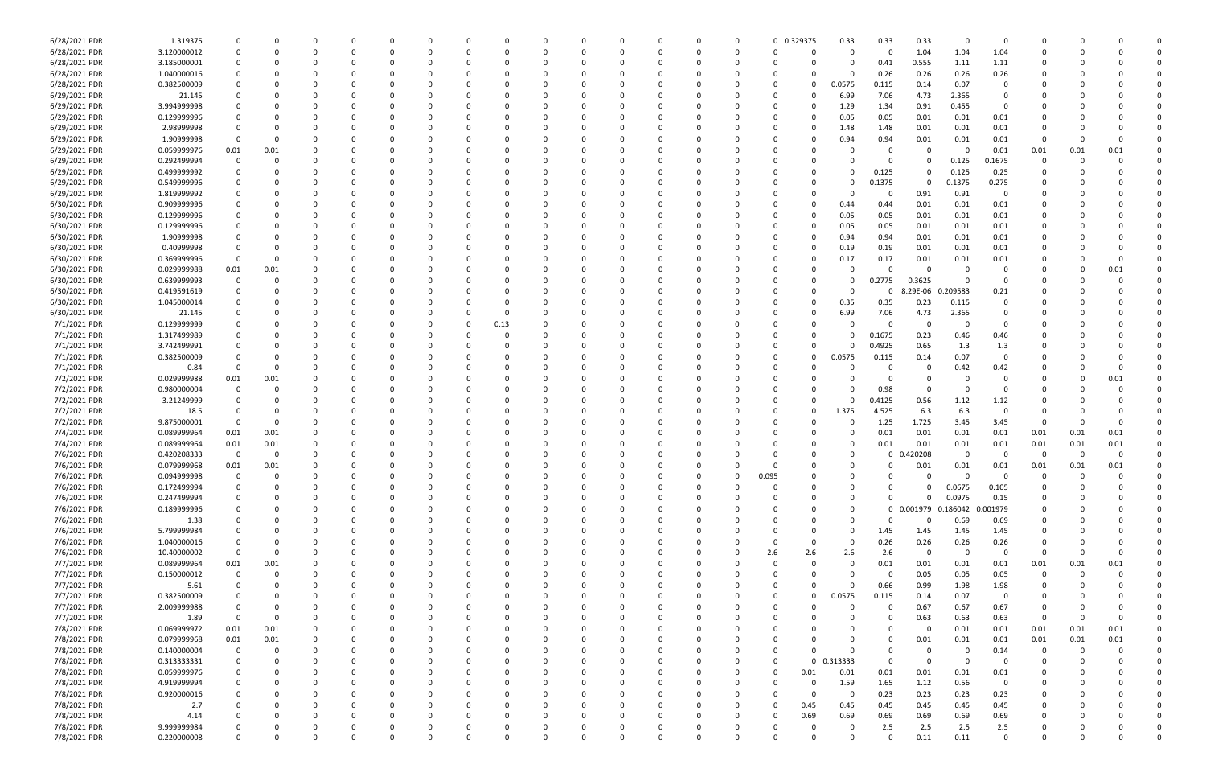| | | | | | | | | | | | | | | | | | | | | | | | | | | | |
|---|---|---|---|---|---|---|---|---|---|---|---|---|---|---|---|---|---|---|---|---|---|---|---|---|---|---|---|
| 6/28/2021 PDR | 1.319375 | 0 | 0 | 0 | 0 | 0 | 0 | 0 | 0 | 0 | 0 | 0 | 0 | 0 | 0 | 0 | 0.329375 | 0.33 | 0.33 | 0.33 | 0 | 0 | 0 | 0 | 0 | 0 | 0 |
| 6/28/2021 PDR | 3.120000012 | 0 | 0 | 0 | 0 | 0 | 0 | 0 | 0 | 0 | 0 | 0 | 0 | 0 | 0 | 0 | 0 | 0 | 0 | 1.04 | 1.04 | 1.04 | 0 | 0 | 0 | 0 | 0 |
| 6/28/2021 PDR | 3.185000001 | 0 | 0 | 0 | 0 | 0 | 0 | 0 | 0 | 0 | 0 | 0 | 0 | 0 | 0 | 0 | 0 | 0 | 0.41 | 0.555 | 1.11 | 1.11 | 0 | 0 | 0 | 0 | 0 |
| 6/28/2021 PDR | 1.040000016 | 0 | 0 | 0 | 0 | 0 | 0 | 0 | 0 | 0 | 0 | 0 | 0 | 0 | 0 | 0 | 0 | 0 | 0.26 | 0.26 | 0.26 | 0.26 | 0 | 0 | 0 | 0 | 0 |
| 6/28/2021 PDR | 0.382500009 | 0 | 0 | 0 | 0 | 0 | 0 | 0 | 0 | 0 | 0 | 0 | 0 | 0 | 0 | 0 | 0 | 0.0575 | 0.115 | 0.14 | 0.07 | 0 | 0 | 0 | 0 | 0 | 0 |
| 6/29/2021 PDR | 21.145 | 0 | 0 | 0 | 0 | 0 | 0 | 0 | 0 | 0 | 0 | 0 | 0 | 0 | 0 | 0 | 0 | 6.99 | 7.06 | 4.73 | 2.365 | 0 | 0 | 0 | 0 | 0 | 0 |
| 6/29/2021 PDR | 3.994999998 | 0 | 0 | 0 | 0 | 0 | 0 | 0 | 0 | 0 | 0 | 0 | 0 | 0 | 0 | 0 | 0 | 1.29 | 1.34 | 0.91 | 0.455 | 0 | 0 | 0 | 0 | 0 | 0 |
| 6/29/2021 PDR | 0.129999996 | 0 | 0 | 0 | 0 | 0 | 0 | 0 | 0 | 0 | 0 | 0 | 0 | 0 | 0 | 0 | 0 | 0.05 | 0.05 | 0.01 | 0.01 | 0.01 | 0 | 0 | 0 | 0 | 0 |
| 6/29/2021 PDR | 2.98999998 | 0 | 0 | 0 | 0 | 0 | 0 | 0 | 0 | 0 | 0 | 0 | 0 | 0 | 0 | 0 | 0 | 1.48 | 1.48 | 0.01 | 0.01 | 0.01 | 0 | 0 | 0 | 0 | 0 |
| 6/29/2021 PDR | 1.90999998 | 0 | 0 | 0 | 0 | 0 | 0 | 0 | 0 | 0 | 0 | 0 | 0 | 0 | 0 | 0 | 0 | 0.94 | 0.94 | 0.01 | 0.01 | 0.01 | 0 | 0 | 0 | 0 | 0 |
| 6/29/2021 PDR | 0.059999976 | 0.01 | 0.01 | 0 | 0 | 0 | 0 | 0 | 0 | 0 | 0 | 0 | 0 | 0 | 0 | 0 | 0 | 0 | 0 | 0 | 0 | 0.01 | 0.01 | 0.01 | 0.01 | 0 | 0 |
| 6/29/2021 PDR | 0.292499994 | 0 | 0 | 0 | 0 | 0 | 0 | 0 | 0 | 0 | 0 | 0 | 0 | 0 | 0 | 0 | 0 | 0 | 0 | 0 | 0.125 | 0.1675 | 0 | 0 | 0 | 0 | 0 |
| 6/29/2021 PDR | 0.499999992 | 0 | 0 | 0 | 0 | 0 | 0 | 0 | 0 | 0 | 0 | 0 | 0 | 0 | 0 | 0 | 0 | 0 | 0.125 | 0 | 0.125 | 0.25 | 0 | 0 | 0 | 0 | 0 |
| 6/29/2021 PDR | 0.549999996 | 0 | 0 | 0 | 0 | 0 | 0 | 0 | 0 | 0 | 0 | 0 | 0 | 0 | 0 | 0 | 0 | 0 | 0.1375 | 0 | 0.1375 | 0.275 | 0 | 0 | 0 | 0 | 0 |
| 6/29/2021 PDR | 1.819999992 | 0 | 0 | 0 | 0 | 0 | 0 | 0 | 0 | 0 | 0 | 0 | 0 | 0 | 0 | 0 | 0 | 0 | 0 | 0.91 | 0.91 | 0 | 0 | 0 | 0 | 0 | 0 |
| 6/30/2021 PDR | 0.909999996 | 0 | 0 | 0 | 0 | 0 | 0 | 0 | 0 | 0 | 0 | 0 | 0 | 0 | 0 | 0 | 0 | 0.44 | 0.44 | 0.01 | 0.01 | 0.01 | 0 | 0 | 0 | 0 | 0 |
| 6/30/2021 PDR | 0.129999996 | 0 | 0 | 0 | 0 | 0 | 0 | 0 | 0 | 0 | 0 | 0 | 0 | 0 | 0 | 0 | 0 | 0.05 | 0.05 | 0.01 | 0.01 | 0.01 | 0 | 0 | 0 | 0 | 0 |
| 6/30/2021 PDR | 0.129999996 | 0 | 0 | 0 | 0 | 0 | 0 | 0 | 0 | 0 | 0 | 0 | 0 | 0 | 0 | 0 | 0 | 0.05 | 0.05 | 0.01 | 0.01 | 0.01 | 0 | 0 | 0 | 0 | 0 |
| 6/30/2021 PDR | 1.90999998 | 0 | 0 | 0 | 0 | 0 | 0 | 0 | 0 | 0 | 0 | 0 | 0 | 0 | 0 | 0 | 0 | 0.94 | 0.94 | 0.01 | 0.01 | 0.01 | 0 | 0 | 0 | 0 | 0 |
| 6/30/2021 PDR | 0.40999998 | 0 | 0 | 0 | 0 | 0 | 0 | 0 | 0 | 0 | 0 | 0 | 0 | 0 | 0 | 0 | 0 | 0.19 | 0.19 | 0.01 | 0.01 | 0.01 | 0 | 0 | 0 | 0 | 0 |
| 6/30/2021 PDR | 0.369999996 | 0 | 0 | 0 | 0 | 0 | 0 | 0 | 0 | 0 | 0 | 0 | 0 | 0 | 0 | 0 | 0 | 0.17 | 0.17 | 0.01 | 0.01 | 0.01 | 0 | 0 | 0 | 0 | 0 |
| 6/30/2021 PDR | 0.029999988 | 0.01 | 0.01 | 0 | 0 | 0 | 0 | 0 | 0 | 0 | 0 | 0 | 0 | 0 | 0 | 0 | 0 | 0 | 0 | 0 | 0 | 0 | 0 | 0 | 0.01 | 0 | 0 |
| 6/30/2021 PDR | 0.639999993 | 0 | 0 | 0 | 0 | 0 | 0 | 0 | 0 | 0 | 0 | 0 | 0 | 0 | 0 | 0 | 0 | 0 | 0.2775 | 0.3625 | 0 | 0 | 0 | 0 | 0 | 0 | 0 |
| 6/30/2021 PDR | 0.419591619 | 0 | 0 | 0 | 0 | 0 | 0 | 0 | 0 | 0 | 0 | 0 | 0 | 0 | 0 | 0 | 0 | 0 | 0 | 8.29E-06 | 0.209583 | 0.21 | 0 | 0 | 0 | 0 | 0 |
| 6/30/2021 PDR | 1.045000014 | 0 | 0 | 0 | 0 | 0 | 0 | 0 | 0 | 0 | 0 | 0 | 0 | 0 | 0 | 0 | 0 | 0.35 | 0.35 | 0.23 | 0.115 | 0 | 0 | 0 | 0 | 0 | 0 |
| 6/30/2021 PDR | 21.145 | 0 | 0 | 0 | 0 | 0 | 0 | 0 | 0 | 0 | 0 | 0 | 0 | 0 | 0 | 0 | 0 | 6.99 | 7.06 | 4.73 | 2.365 | 0 | 0 | 0 | 0 | 0 | 0 |
| 7/1/2021 PDR | 0.129999999 | 0 | 0 | 0 | 0 | 0 | 0 | 0 | 0.13 | 0 | 0 | 0 | 0 | 0 | 0 | 0 | 0 | 0 | 0 | 0 | 0 | 0 | 0 | 0 | 0 | 0 | 0 |
| 7/1/2021 PDR | 1.317499989 | 0 | 0 | 0 | 0 | 0 | 0 | 0 | 0 | 0 | 0 | 0 | 0 | 0 | 0 | 0 | 0 | 0 | 0.1675 | 0.23 | 0.46 | 0.46 | 0 | 0 | 0 | 0 | 0 |
| 7/1/2021 PDR | 3.742499991 | 0 | 0 | 0 | 0 | 0 | 0 | 0 | 0 | 0 | 0 | 0 | 0 | 0 | 0 | 0 | 0 | 0 | 0.4925 | 0.65 | 1.3 | 1.3 | 0 | 0 | 0 | 0 | 0 |
| 7/1/2021 PDR | 0.382500009 | 0 | 0 | 0 | 0 | 0 | 0 | 0 | 0 | 0 | 0 | 0 | 0 | 0 | 0 | 0 | 0 | 0.0575 | 0.115 | 0.14 | 0.07 | 0 | 0 | 0 | 0 | 0 | 0 |
| 7/1/2021 PDR | 0.84 | 0 | 0 | 0 | 0 | 0 | 0 | 0 | 0 | 0 | 0 | 0 | 0 | 0 | 0 | 0 | 0 | 0 | 0 | 0 | 0.42 | 0.42 | 0 | 0 | 0 | 0 | 0 |
| 7/2/2021 PDR | 0.029999988 | 0.01 | 0.01 | 0 | 0 | 0 | 0 | 0 | 0 | 0 | 0 | 0 | 0 | 0 | 0 | 0 | 0 | 0 | 0 | 0 | 0 | 0 | 0 | 0 | 0.01 | 0 | 0 |
| 7/2/2021 PDR | 0.980000004 | 0 | 0 | 0 | 0 | 0 | 0 | 0 | 0 | 0 | 0 | 0 | 0 | 0 | 0 | 0 | 0 | 0 | 0.98 | 0 | 0 | 0 | 0 | 0 | 0 | 0 | 0 |
| 7/2/2021 PDR | 3.21249999 | 0 | 0 | 0 | 0 | 0 | 0 | 0 | 0 | 0 | 0 | 0 | 0 | 0 | 0 | 0 | 0 | 0 | 0.4125 | 0.56 | 1.12 | 1.12 | 0 | 0 | 0 | 0 | 0 |
| 7/2/2021 PDR | 18.5 | 0 | 0 | 0 | 0 | 0 | 0 | 0 | 0 | 0 | 0 | 0 | 0 | 0 | 0 | 0 | 0 | 1.375 | 4.525 | 6.3 | 6.3 | 0 | 0 | 0 | 0 | 0 | 0 |
| 7/2/2021 PDR | 9.875000001 | 0 | 0 | 0 | 0 | 0 | 0 | 0 | 0 | 0 | 0 | 0 | 0 | 0 | 0 | 0 | 0 | 0 | 1.25 | 1.725 | 3.45 | 3.45 | 0 | 0 | 0 | 0 | 0 |
| 7/4/2021 PDR | 0.089999964 | 0.01 | 0.01 | 0 | 0 | 0 | 0 | 0 | 0 | 0 | 0 | 0 | 0 | 0 | 0 | 0 | 0 | 0 | 0.01 | 0.01 | 0.01 | 0.01 | 0.01 | 0.01 | 0.01 | 0 | 0 |
| 7/4/2021 PDR | 0.089999964 | 0.01 | 0.01 | 0 | 0 | 0 | 0 | 0 | 0 | 0 | 0 | 0 | 0 | 0 | 0 | 0 | 0 | 0 | 0.01 | 0.01 | 0.01 | 0.01 | 0.01 | 0.01 | 0.01 | 0 | 0 |
| 7/6/2021 PDR | 0.420208333 | 0 | 0 | 0 | 0 | 0 | 0 | 0 | 0 | 0 | 0 | 0 | 0 | 0 | 0 | 0 | 0 | 0 | 0 | 0.420208 | 0 | 0 | 0 | 0 | 0 | 0 | 0 |
| 7/6/2021 PDR | 0.079999968 | 0.01 | 0.01 | 0 | 0 | 0 | 0 | 0 | 0 | 0 | 0 | 0 | 0 | 0 | 0 | 0 | 0 | 0 | 0 | 0.01 | 0.01 | 0.01 | 0.01 | 0.01 | 0.01 | 0 | 0 |
| 7/6/2021 PDR | 0.094999998 | 0 | 0 | 0 | 0 | 0 | 0 | 0 | 0 | 0 | 0 | 0 | 0 | 0 | 0 | 0.095 | 0 | 0 | 0 | 0 | 0 | 0 | 0 | 0 | 0 | 0 | 0 |
| 7/6/2021 PDR | 0.172499994 | 0 | 0 | 0 | 0 | 0 | 0 | 0 | 0 | 0 | 0 | 0 | 0 | 0 | 0 | 0 | 0 | 0 | 0 | 0 | 0.0675 | 0.105 | 0 | 0 | 0 | 0 | 0 |
| 7/6/2021 PDR | 0.247499994 | 0 | 0 | 0 | 0 | 0 | 0 | 0 | 0 | 0 | 0 | 0 | 0 | 0 | 0 | 0 | 0 | 0 | 0 | 0 | 0.0975 | 0.15 | 0 | 0 | 0 | 0 | 0 |
| 7/6/2021 PDR | 0.189999996 | 0 | 0 | 0 | 0 | 0 | 0 | 0 | 0 | 0 | 0 | 0 | 0 | 0 | 0 | 0 | 0 | 0 | 0 | 0.001979 | 0.186042 | 0.001979 | 0 | 0 | 0 | 0 | 0 |
| 7/6/2021 PDR | 1.38 | 0 | 0 | 0 | 0 | 0 | 0 | 0 | 0 | 0 | 0 | 0 | 0 | 0 | 0 | 0 | 0 | 0 | 0 | 0 | 0.69 | 0.69 | 0 | 0 | 0 | 0 | 0 |
| 7/6/2021 PDR | 5.799999984 | 0 | 0 | 0 | 0 | 0 | 0 | 0 | 0 | 0 | 0 | 0 | 0 | 0 | 0 | 0 | 0 | 0 | 1.45 | 1.45 | 1.45 | 1.45 | 0 | 0 | 0 | 0 | 0 |
| 7/6/2021 PDR | 1.040000016 | 0 | 0 | 0 | 0 | 0 | 0 | 0 | 0 | 0 | 0 | 0 | 0 | 0 | 0 | 0 | 0 | 0 | 0.26 | 0.26 | 0.26 | 0.26 | 0 | 0 | 0 | 0 | 0 |
| 7/6/2021 PDR | 10.40000002 | 0 | 0 | 0 | 0 | 0 | 0 | 0 | 0 | 0 | 0 | 0 | 0 | 0 | 0 | 2.6 | 2.6 | 2.6 | 2.6 | 0 | 0 | 0 | 0 | 0 | 0 | 0 | 0 |
| 7/7/2021 PDR | 0.089999964 | 0.01 | 0.01 | 0 | 0 | 0 | 0 | 0 | 0 | 0 | 0 | 0 | 0 | 0 | 0 | 0 | 0 | 0 | 0.01 | 0.01 | 0.01 | 0.01 | 0.01 | 0.01 | 0.01 | 0 | 0 |
| 7/7/2021 PDR | 0.150000012 | 0 | 0 | 0 | 0 | 0 | 0 | 0 | 0 | 0 | 0 | 0 | 0 | 0 | 0 | 0 | 0 | 0 | 0 | 0.05 | 0.05 | 0.05 | 0 | 0 | 0 | 0 | 0 |
| 7/7/2021 PDR | 5.61 | 0 | 0 | 0 | 0 | 0 | 0 | 0 | 0 | 0 | 0 | 0 | 0 | 0 | 0 | 0 | 0 | 0 | 0.66 | 0.99 | 1.98 | 1.98 | 0 | 0 | 0 | 0 | 0 |
| 7/7/2021 PDR | 0.382500009 | 0 | 0 | 0 | 0 | 0 | 0 | 0 | 0 | 0 | 0 | 0 | 0 | 0 | 0 | 0 | 0 | 0.0575 | 0.115 | 0.14 | 0.07 | 0 | 0 | 0 | 0 | 0 | 0 |
| 7/7/2021 PDR | 2.009999988 | 0 | 0 | 0 | 0 | 0 | 0 | 0 | 0 | 0 | 0 | 0 | 0 | 0 | 0 | 0 | 0 | 0 | 0 | 0.67 | 0.67 | 0.67 | 0 | 0 | 0 | 0 | 0 |
| 7/7/2021 PDR | 1.89 | 0 | 0 | 0 | 0 | 0 | 0 | 0 | 0 | 0 | 0 | 0 | 0 | 0 | 0 | 0 | 0 | 0 | 0 | 0.63 | 0.63 | 0.63 | 0 | 0 | 0 | 0 | 0 |
| 7/8/2021 PDR | 0.069999972 | 0.01 | 0.01 | 0 | 0 | 0 | 0 | 0 | 0 | 0 | 0 | 0 | 0 | 0 | 0 | 0 | 0 | 0 | 0 | 0 | 0.01 | 0.01 | 0.01 | 0.01 | 0.01 | 0 | 0 |
| 7/8/2021 PDR | 0.079999968 | 0.01 | 0.01 | 0 | 0 | 0 | 0 | 0 | 0 | 0 | 0 | 0 | 0 | 0 | 0 | 0 | 0 | 0 | 0 | 0.01 | 0.01 | 0.01 | 0.01 | 0.01 | 0.01 | 0 | 0 |
| 7/8/2021 PDR | 0.140000004 | 0 | 0 | 0 | 0 | 0 | 0 | 0 | 0 | 0 | 0 | 0 | 0 | 0 | 0 | 0 | 0 | 0 | 0 | 0 | 0 | 0.14 | 0 | 0 | 0 | 0 | 0 |
| 7/8/2021 PDR | 0.313333331 | 0 | 0 | 0 | 0 | 0 | 0 | 0 | 0 | 0 | 0 | 0 | 0 | 0 | 0 | 0 | 0.313333 | 0 | 0 | 0 | 0 | 0 | 0 | 0 | 0 | 0 | 0 |
| 7/8/2021 PDR | 0.059999976 | 0 | 0 | 0 | 0 | 0 | 0 | 0 | 0 | 0 | 0 | 0 | 0 | 0 | 0 | 0 | 0.01 | 0.01 | 0.01 | 0.01 | 0.01 | 0.01 | 0 | 0 | 0 | 0 | 0 |
| 7/8/2021 PDR | 4.919999994 | 0 | 0 | 0 | 0 | 0 | 0 | 0 | 0 | 0 | 0 | 0 | 0 | 0 | 0 | 0 | 0 | 1.59 | 1.65 | 1.12 | 0.56 | 0 | 0 | 0 | 0 | 0 | 0 |
| 7/8/2021 PDR | 0.920000016 | 0 | 0 | 0 | 0 | 0 | 0 | 0 | 0 | 0 | 0 | 0 | 0 | 0 | 0 | 0 | 0 | 0 | 0.23 | 0.23 | 0.23 | 0.23 | 0 | 0 | 0 | 0 | 0 |
| 7/8/2021 PDR | 2.7 | 0 | 0 | 0 | 0 | 0 | 0 | 0 | 0 | 0 | 0 | 0 | 0 | 0 | 0 | 0 | 0.45 | 0.45 | 0.45 | 0.45 | 0.45 | 0.45 | 0 | 0 | 0 | 0 | 0 |
| 7/8/2021 PDR | 4.14 | 0 | 0 | 0 | 0 | 0 | 0 | 0 | 0 | 0 | 0 | 0 | 0 | 0 | 0 | 0 | 0.69 | 0.69 | 0.69 | 0.69 | 0.69 | 0.69 | 0 | 0 | 0 | 0 | 0 |
| 7/8/2021 PDR | 9.999999984 | 0 | 0 | 0 | 0 | 0 | 0 | 0 | 0 | 0 | 0 | 0 | 0 | 0 | 0 | 0 | 0 | 0 | 2.5 | 2.5 | 2.5 | 2.5 | 0 | 0 | 0 | 0 | 0 |
| 7/8/2021 PDR | 0.220000008 | 0 | 0 | 0 | 0 | 0 | 0 | 0 | 0 | 0 | 0 | 0 | 0 | 0 | 0 | 0 | 0 | 0 | 0 | 0.11 | 0.11 | 0 | 0 | 0 | 0 | 0 | 0 |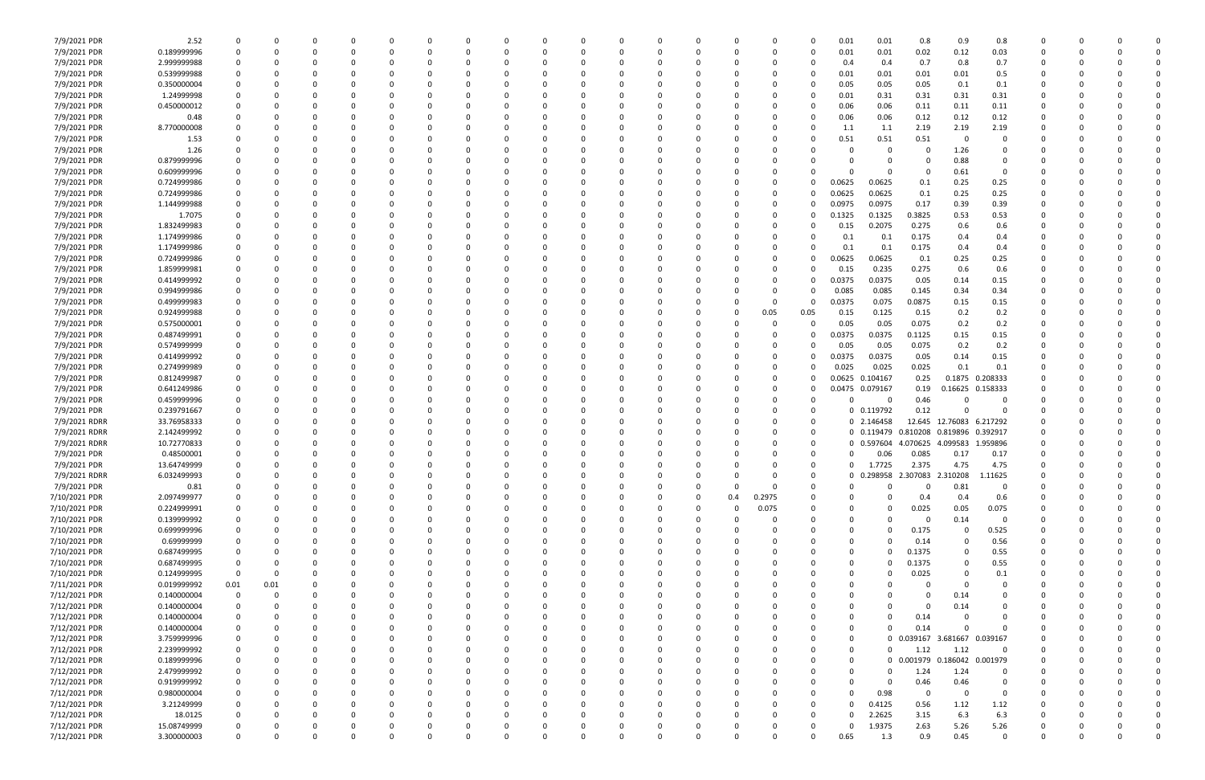| | | | | | | | | | | | | | | | | | | | | | | | | | | | |
|---|---|---|---|---|---|---|---|---|---|---|---|---|---|---|---|---|---|---|---|---|---|---|---|---|---|---|---|
| 7/9/2021 PDR | 2.52 | 0 | 0 | 0 | 0 | 0 | 0 | 0 | 0 | 0 | 0 | 0 | 0 | 0 | 0 | 0 | 0 | 0 | 0.01 | 0.01 | 0.8 | 0.9 | 0.8 | 0 | 0 | 0 | 0 |
| 7/9/2021 PDR | 0.189999996 | 0 | 0 | 0 | 0 | 0 | 0 | 0 | 0 | 0 | 0 | 0 | 0 | 0 | 0 | 0 | 0 | 0 | 0.01 | 0.01 | 0.02 | 0.12 | 0.03 | 0 | 0 | 0 | 0 |
| 7/9/2021 PDR | 2.999999988 | 0 | 0 | 0 | 0 | 0 | 0 | 0 | 0 | 0 | 0 | 0 | 0 | 0 | 0 | 0 | 0 | 0 | 0.4 | 0.4 | 0.7 | 0.8 | 0.7 | 0 | 0 | 0 | 0 |
| 7/9/2021 PDR | 0.539999988 | 0 | 0 | 0 | 0 | 0 | 0 | 0 | 0 | 0 | 0 | 0 | 0 | 0 | 0 | 0 | 0 | 0 | 0.01 | 0.01 | 0.01 | 0.01 | 0.5 | 0 | 0 | 0 | 0 |
| 7/9/2021 PDR | 0.350000004 | 0 | 0 | 0 | 0 | 0 | 0 | 0 | 0 | 0 | 0 | 0 | 0 | 0 | 0 | 0 | 0 | 0 | 0.05 | 0.05 | 0.05 | 0.1 | 0.1 | 0 | 0 | 0 | 0 |
| 7/9/2021 PDR | 1.24999998 | 0 | 0 | 0 | 0 | 0 | 0 | 0 | 0 | 0 | 0 | 0 | 0 | 0 | 0 | 0 | 0 | 0 | 0.01 | 0.31 | 0.31 | 0.31 | 0.31 | 0 | 0 | 0 | 0 |
| 7/9/2021 PDR | 0.450000012 | 0 | 0 | 0 | 0 | 0 | 0 | 0 | 0 | 0 | 0 | 0 | 0 | 0 | 0 | 0 | 0 | 0 | 0.06 | 0.06 | 0.11 | 0.11 | 0.11 | 0 | 0 | 0 | 0 |
| 7/9/2021 PDR | 0.48 | 0 | 0 | 0 | 0 | 0 | 0 | 0 | 0 | 0 | 0 | 0 | 0 | 0 | 0 | 0 | 0 | 0 | 0.06 | 0.06 | 0.12 | 0.12 | 0.12 | 0 | 0 | 0 | 0 |
| 7/9/2021 PDR | 8.770000008 | 0 | 0 | 0 | 0 | 0 | 0 | 0 | 0 | 0 | 0 | 0 | 0 | 0 | 0 | 0 | 0 | 0 | 1.1 | 1.1 | 2.19 | 2.19 | 2.19 | 0 | 0 | 0 | 0 |
| 7/9/2021 PDR | 1.53 | 0 | 0 | 0 | 0 | 0 | 0 | 0 | 0 | 0 | 0 | 0 | 0 | 0 | 0 | 0 | 0 | 0 | 0.51 | 0.51 | 0.51 | 0 | 0 | 0 | 0 | 0 | 0 |
| 7/9/2021 PDR | 1.26 | 0 | 0 | 0 | 0 | 0 | 0 | 0 | 0 | 0 | 0 | 0 | 0 | 0 | 0 | 0 | 0 | 0 | 0 | 0 | 0 | 1.26 | 0 | 0 | 0 | 0 | 0 |
| 7/9/2021 PDR | 0.879999996 | 0 | 0 | 0 | 0 | 0 | 0 | 0 | 0 | 0 | 0 | 0 | 0 | 0 | 0 | 0 | 0 | 0 | 0 | 0 | 0 | 0.88 | 0 | 0 | 0 | 0 | 0 |
| 7/9/2021 PDR | 0.609999996 | 0 | 0 | 0 | 0 | 0 | 0 | 0 | 0 | 0 | 0 | 0 | 0 | 0 | 0 | 0 | 0 | 0 | 0 | 0 | 0 | 0.61 | 0 | 0 | 0 | 0 | 0 |
| 7/9/2021 PDR | 0.724999986 | 0 | 0 | 0 | 0 | 0 | 0 | 0 | 0 | 0 | 0 | 0 | 0 | 0 | 0 | 0 | 0 | 0 | 0.0625 | 0.0625 | 0.1 | 0.25 | 0.25 | 0 | 0 | 0 | 0 |
| 7/9/2021 PDR | 0.724999986 | 0 | 0 | 0 | 0 | 0 | 0 | 0 | 0 | 0 | 0 | 0 | 0 | 0 | 0 | 0 | 0 | 0 | 0.0625 | 0.0625 | 0.1 | 0.25 | 0.25 | 0 | 0 | 0 | 0 |
| 7/9/2021 PDR | 1.144999988 | 0 | 0 | 0 | 0 | 0 | 0 | 0 | 0 | 0 | 0 | 0 | 0 | 0 | 0 | 0 | 0 | 0 | 0.0975 | 0.0975 | 0.17 | 0.39 | 0.39 | 0 | 0 | 0 | 0 |
| 7/9/2021 PDR | 1.7075 | 0 | 0 | 0 | 0 | 0 | 0 | 0 | 0 | 0 | 0 | 0 | 0 | 0 | 0 | 0 | 0 | 0 | 0.1325 | 0.1325 | 0.3825 | 0.53 | 0.53 | 0 | 0 | 0 | 0 |
| 7/9/2021 PDR | 1.832499983 | 0 | 0 | 0 | 0 | 0 | 0 | 0 | 0 | 0 | 0 | 0 | 0 | 0 | 0 | 0 | 0 | 0 | 0.15 | 0.2075 | 0.275 | 0.6 | 0.6 | 0 | 0 | 0 | 0 |
| 7/9/2021 PDR | 1.174999986 | 0 | 0 | 0 | 0 | 0 | 0 | 0 | 0 | 0 | 0 | 0 | 0 | 0 | 0 | 0 | 0 | 0 | 0.1 | 0.1 | 0.175 | 0.4 | 0.4 | 0 | 0 | 0 | 0 |
| 7/9/2021 PDR | 1.174999986 | 0 | 0 | 0 | 0 | 0 | 0 | 0 | 0 | 0 | 0 | 0 | 0 | 0 | 0 | 0 | 0 | 0 | 0.1 | 0.1 | 0.175 | 0.4 | 0.4 | 0 | 0 | 0 | 0 |
| 7/9/2021 PDR | 0.724999986 | 0 | 0 | 0 | 0 | 0 | 0 | 0 | 0 | 0 | 0 | 0 | 0 | 0 | 0 | 0 | 0 | 0 | 0.0625 | 0.0625 | 0.1 | 0.25 | 0.25 | 0 | 0 | 0 | 0 |
| 7/9/2021 PDR | 1.859999981 | 0 | 0 | 0 | 0 | 0 | 0 | 0 | 0 | 0 | 0 | 0 | 0 | 0 | 0 | 0 | 0 | 0 | 0.15 | 0.235 | 0.275 | 0.6 | 0.6 | 0 | 0 | 0 | 0 |
| 7/9/2021 PDR | 0.414999992 | 0 | 0 | 0 | 0 | 0 | 0 | 0 | 0 | 0 | 0 | 0 | 0 | 0 | 0 | 0 | 0 | 0 | 0.0375 | 0.0375 | 0.05 | 0.14 | 0.15 | 0 | 0 | 0 | 0 |
| 7/9/2021 PDR | 0.994999986 | 0 | 0 | 0 | 0 | 0 | 0 | 0 | 0 | 0 | 0 | 0 | 0 | 0 | 0 | 0 | 0 | 0 | 0.085 | 0.085 | 0.145 | 0.34 | 0.34 | 0 | 0 | 0 | 0 |
| 7/9/2021 PDR | 0.499999983 | 0 | 0 | 0 | 0 | 0 | 0 | 0 | 0 | 0 | 0 | 0 | 0 | 0 | 0 | 0 | 0 | 0 | 0.0375 | 0.075 | 0.0875 | 0.15 | 0.15 | 0 | 0 | 0 | 0 |
| 7/9/2021 PDR | 0.924999988 | 0 | 0 | 0 | 0 | 0 | 0 | 0 | 0 | 0 | 0 | 0 | 0 | 0 | 0 | 0 | 0.05 | 0.05 | 0.15 | 0.125 | 0.15 | 0.2 | 0.2 | 0 | 0 | 0 | 0 |
| 7/9/2021 PDR | 0.575000001 | 0 | 0 | 0 | 0 | 0 | 0 | 0 | 0 | 0 | 0 | 0 | 0 | 0 | 0 | 0 | 0 | 0 | 0.05 | 0.05 | 0.075 | 0.2 | 0.2 | 0 | 0 | 0 | 0 |
| 7/9/2021 PDR | 0.487499991 | 0 | 0 | 0 | 0 | 0 | 0 | 0 | 0 | 0 | 0 | 0 | 0 | 0 | 0 | 0 | 0 | 0 | 0.0375 | 0.0375 | 0.1125 | 0.15 | 0.15 | 0 | 0 | 0 | 0 |
| 7/9/2021 PDR | 0.574999999 | 0 | 0 | 0 | 0 | 0 | 0 | 0 | 0 | 0 | 0 | 0 | 0 | 0 | 0 | 0 | 0 | 0 | 0.05 | 0.05 | 0.075 | 0.2 | 0.2 | 0 | 0 | 0 | 0 |
| 7/9/2021 PDR | 0.414999992 | 0 | 0 | 0 | 0 | 0 | 0 | 0 | 0 | 0 | 0 | 0 | 0 | 0 | 0 | 0 | 0 | 0 | 0.0375 | 0.0375 | 0.05 | 0.14 | 0.15 | 0 | 0 | 0 | 0 |
| 7/9/2021 PDR | 0.274999989 | 0 | 0 | 0 | 0 | 0 | 0 | 0 | 0 | 0 | 0 | 0 | 0 | 0 | 0 | 0 | 0 | 0 | 0.025 | 0.025 | 0.025 | 0.1 | 0.1 | 0 | 0 | 0 | 0 |
| 7/9/2021 PDR | 0.812499987 | 0 | 0 | 0 | 0 | 0 | 0 | 0 | 0 | 0 | 0 | 0 | 0 | 0 | 0 | 0 | 0 | 0 | 0.0625 | 0.104167 | 0.25 | 0.1875 | 0.208333 | 0 | 0 | 0 | 0 |
| 7/9/2021 PDR | 0.641249986 | 0 | 0 | 0 | 0 | 0 | 0 | 0 | 0 | 0 | 0 | 0 | 0 | 0 | 0 | 0 | 0 | 0 | 0.0475 | 0.079167 | 0.19 | 0.16625 | 0.158333 | 0 | 0 | 0 | 0 |
| 7/9/2021 PDR | 0.459999996 | 0 | 0 | 0 | 0 | 0 | 0 | 0 | 0 | 0 | 0 | 0 | 0 | 0 | 0 | 0 | 0 | 0 | 0 | 0 | 0.46 | 0 | 0 | 0 | 0 | 0 | 0 |
| 7/9/2021 PDR | 0.239791667 | 0 | 0 | 0 | 0 | 0 | 0 | 0 | 0 | 0 | 0 | 0 | 0 | 0 | 0 | 0 | 0 | 0 | 0 | 0.119792 | 0.12 | 0 | 0 | 0 | 0 | 0 | 0 |
| 7/9/2021 RDRR | 33.76958333 | 0 | 0 | 0 | 0 | 0 | 0 | 0 | 0 | 0 | 0 | 0 | 0 | 0 | 0 | 0 | 0 | 0 | 0 | 2.146458 | 12.645 | 12.76083 | 6.217292 | 0 | 0 | 0 | 0 |
| 7/9/2021 RDRR | 2.142499992 | 0 | 0 | 0 | 0 | 0 | 0 | 0 | 0 | 0 | 0 | 0 | 0 | 0 | 0 | 0 | 0 | 0 | 0 | 0.119479 | 0.810208 | 0.819896 | 0.392917 | 0 | 0 | 0 | 0 |
| 7/9/2021 RDRR | 10.72770833 | 0 | 0 | 0 | 0 | 0 | 0 | 0 | 0 | 0 | 0 | 0 | 0 | 0 | 0 | 0 | 0 | 0 | 0 | 0.597604 | 4.070625 | 4.099583 | 1.959896 | 0 | 0 | 0 | 0 |
| 7/9/2021 PDR | 0.48500001 | 0 | 0 | 0 | 0 | 0 | 0 | 0 | 0 | 0 | 0 | 0 | 0 | 0 | 0 | 0 | 0 | 0 | 0 | 0.06 | 0.085 | 0.17 | 0.17 | 0 | 0 | 0 | 0 |
| 7/9/2021 PDR | 13.64749999 | 0 | 0 | 0 | 0 | 0 | 0 | 0 | 0 | 0 | 0 | 0 | 0 | 0 | 0 | 0 | 0 | 0 | 0 | 1.7725 | 2.375 | 4.75 | 4.75 | 0 | 0 | 0 | 0 |
| 7/9/2021 RDRR | 6.032499993 | 0 | 0 | 0 | 0 | 0 | 0 | 0 | 0 | 0 | 0 | 0 | 0 | 0 | 0 | 0 | 0 | 0 | 0 | 0.298958 | 2.307083 | 2.310208 | 1.11625 | 0 | 0 | 0 | 0 |
| 7/9/2021 PDR | 0.81 | 0 | 0 | 0 | 0 | 0 | 0 | 0 | 0 | 0 | 0 | 0 | 0 | 0 | 0 | 0 | 0 | 0 | 0 | 0 | 0 | 0.81 | 0 | 0 | 0 | 0 | 0 |
| 7/10/2021 PDR | 2.097499977 | 0 | 0 | 0 | 0 | 0 | 0 | 0 | 0 | 0 | 0 | 0 | 0 | 0 | 0 | 0.4 | 0.2975 | 0 | 0 | 0 | 0.4 | 0.4 | 0.6 | 0 | 0 | 0 | 0 |
| 7/10/2021 PDR | 0.224999991 | 0 | 0 | 0 | 0 | 0 | 0 | 0 | 0 | 0 | 0 | 0 | 0 | 0 | 0 | 0 | 0.075 | 0 | 0 | 0 | 0.025 | 0.05 | 0.075 | 0 | 0 | 0 | 0 |
| 7/10/2021 PDR | 0.139999992 | 0 | 0 | 0 | 0 | 0 | 0 | 0 | 0 | 0 | 0 | 0 | 0 | 0 | 0 | 0 | 0 | 0 | 0 | 0 | 0 | 0.14 | 0 | 0 | 0 | 0 | 0 |
| 7/10/2021 PDR | 0.699999996 | 0 | 0 | 0 | 0 | 0 | 0 | 0 | 0 | 0 | 0 | 0 | 0 | 0 | 0 | 0 | 0 | 0 | 0 | 0 | 0.175 | 0 | 0.525 | 0 | 0 | 0 | 0 |
| 7/10/2021 PDR | 0.69999999 | 0 | 0 | 0 | 0 | 0 | 0 | 0 | 0 | 0 | 0 | 0 | 0 | 0 | 0 | 0 | 0 | 0 | 0 | 0 | 0.14 | 0 | 0.56 | 0 | 0 | 0 | 0 |
| 7/10/2021 PDR | 0.687499995 | 0 | 0 | 0 | 0 | 0 | 0 | 0 | 0 | 0 | 0 | 0 | 0 | 0 | 0 | 0 | 0 | 0 | 0 | 0 | 0.1375 | 0 | 0.55 | 0 | 0 | 0 | 0 |
| 7/10/2021 PDR | 0.687499995 | 0 | 0 | 0 | 0 | 0 | 0 | 0 | 0 | 0 | 0 | 0 | 0 | 0 | 0 | 0 | 0 | 0 | 0 | 0 | 0.1375 | 0 | 0.55 | 0 | 0 | 0 | 0 |
| 7/10/2021 PDR | 0.124999995 | 0 | 0 | 0 | 0 | 0 | 0 | 0 | 0 | 0 | 0 | 0 | 0 | 0 | 0 | 0 | 0 | 0 | 0 | 0 | 0.025 | 0 | 0.1 | 0 | 0 | 0 | 0 |
| 7/11/2021 PDR | 0.019999992 | 0.01 | 0.01 | 0 | 0 | 0 | 0 | 0 | 0 | 0 | 0 | 0 | 0 | 0 | 0 | 0 | 0 | 0 | 0 | 0 | 0 | 0 | 0 | 0 | 0 | 0 | 0 |
| 7/12/2021 PDR | 0.140000004 | 0 | 0 | 0 | 0 | 0 | 0 | 0 | 0 | 0 | 0 | 0 | 0 | 0 | 0 | 0 | 0 | 0 | 0 | 0 | 0 | 0.14 | 0 | 0 | 0 | 0 | 0 |
| 7/12/2021 PDR | 0.140000004 | 0 | 0 | 0 | 0 | 0 | 0 | 0 | 0 | 0 | 0 | 0 | 0 | 0 | 0 | 0 | 0 | 0 | 0 | 0 | 0 | 0.14 | 0 | 0 | 0 | 0 | 0 |
| 7/12/2021 PDR | 0.140000004 | 0 | 0 | 0 | 0 | 0 | 0 | 0 | 0 | 0 | 0 | 0 | 0 | 0 | 0 | 0 | 0 | 0 | 0 | 0 | 0.14 | 0 | 0 | 0 | 0 | 0 | 0 |
| 7/12/2021 PDR | 0.140000004 | 0 | 0 | 0 | 0 | 0 | 0 | 0 | 0 | 0 | 0 | 0 | 0 | 0 | 0 | 0 | 0 | 0 | 0 | 0 | 0.14 | 0 | 0 | 0 | 0 | 0 | 0 |
| 7/12/2021 PDR | 3.759999996 | 0 | 0 | 0 | 0 | 0 | 0 | 0 | 0 | 0 | 0 | 0 | 0 | 0 | 0 | 0 | 0 | 0 | 0 | 0 | 0.039167 | 3.681667 | 0.039167 | 0 | 0 | 0 | 0 |
| 7/12/2021 PDR | 2.239999992 | 0 | 0 | 0 | 0 | 0 | 0 | 0 | 0 | 0 | 0 | 0 | 0 | 0 | 0 | 0 | 0 | 0 | 0 | 0 | 1.12 | 1.12 | 0 | 0 | 0 | 0 | 0 |
| 7/12/2021 PDR | 0.189999996 | 0 | 0 | 0 | 0 | 0 | 0 | 0 | 0 | 0 | 0 | 0 | 0 | 0 | 0 | 0 | 0 | 0 | 0 | 0 | 0.001979 | 0.186042 | 0.001979 | 0 | 0 | 0 | 0 |
| 7/12/2021 PDR | 2.479999992 | 0 | 0 | 0 | 0 | 0 | 0 | 0 | 0 | 0 | 0 | 0 | 0 | 0 | 0 | 0 | 0 | 0 | 0 | 0 | 1.24 | 1.24 | 0 | 0 | 0 | 0 | 0 |
| 7/12/2021 PDR | 0.919999992 | 0 | 0 | 0 | 0 | 0 | 0 | 0 | 0 | 0 | 0 | 0 | 0 | 0 | 0 | 0 | 0 | 0 | 0 | 0 | 0.46 | 0.46 | 0 | 0 | 0 | 0 | 0 |
| 7/12/2021 PDR | 0.980000004 | 0 | 0 | 0 | 0 | 0 | 0 | 0 | 0 | 0 | 0 | 0 | 0 | 0 | 0 | 0 | 0 | 0 | 0 | 0.98 | 0 | 0 | 0 | 0 | 0 | 0 | 0 |
| 7/12/2021 PDR | 3.21249999 | 0 | 0 | 0 | 0 | 0 | 0 | 0 | 0 | 0 | 0 | 0 | 0 | 0 | 0 | 0 | 0 | 0 | 0 | 0.4125 | 0.56 | 1.12 | 1.12 | 0 | 0 | 0 | 0 |
| 7/12/2021 PDR | 18.0125 | 0 | 0 | 0 | 0 | 0 | 0 | 0 | 0 | 0 | 0 | 0 | 0 | 0 | 0 | 0 | 0 | 0 | 0 | 2.2625 | 3.15 | 6.3 | 6.3 | 0 | 0 | 0 | 0 |
| 7/12/2021 PDR | 15.08749999 | 0 | 0 | 0 | 0 | 0 | 0 | 0 | 0 | 0 | 0 | 0 | 0 | 0 | 0 | 0 | 0 | 0 | 0 | 1.9375 | 2.63 | 5.26 | 5.26 | 0 | 0 | 0 | 0 |
| 7/12/2021 PDR | 3.300000003 | 0 | 0 | 0 | 0 | 0 | 0 | 0 | 0 | 0 | 0 | 0 | 0 | 0 | 0 | 0 | 0 | 0 | 0.65 | 1.3 | 0.9 | 0.45 | 0 | 0 | 0 | 0 | 0 |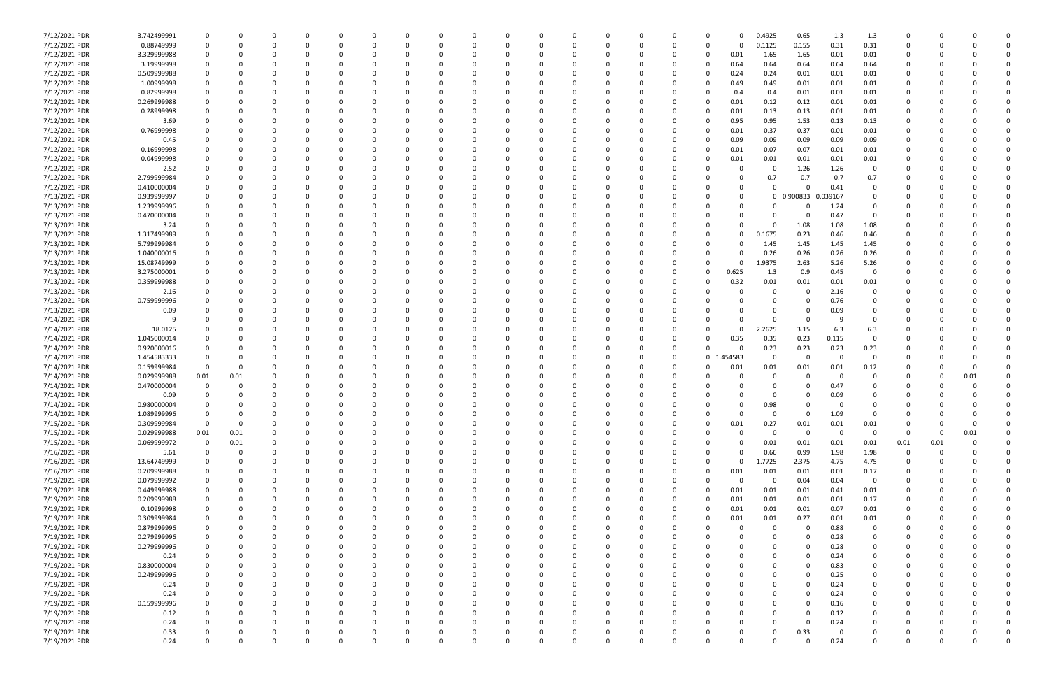| | | | | | | | | | | | | | | | | | | | | | | | | | | | | |
|---|---|---|---|---|---|---|---|---|---|---|---|---|---|---|---|---|---|---|---|---|---|---|---|---|---|---|---|---|
| 7/12/2021 PDR | 3.742499991 | 0 | 0 | 0 | 0 | 0 | 0 | 0 | 0 | 0 | 0 | 0 | 0 | 0 | 0 | 0 | 0 | 0 | 0 | 0.4925 | 0.65 | 1.3 | 1.3 | 0 | 0 | 0 | 0 | 0 |
| 7/12/2021 PDR | 0.88749999 | 0 | 0 | 0 | 0 | 0 | 0 | 0 | 0 | 0 | 0 | 0 | 0 | 0 | 0 | 0 | 0 | 0 | 0 | 0.1125 | 0.155 | 0.31 | 0.31 | 0 | 0 | 0 | 0 | 0 |
| 7/12/2021 PDR | 3.329999988 | 0 | 0 | 0 | 0 | 0 | 0 | 0 | 0 | 0 | 0 | 0 | 0 | 0 | 0 | 0 | 0 | 0 | 0.01 | 1.65 | 1.65 | 0.01 | 0.01 | 0 | 0 | 0 | 0 | 0 |
| 7/12/2021 PDR | 3.19999998 | 0 | 0 | 0 | 0 | 0 | 0 | 0 | 0 | 0 | 0 | 0 | 0 | 0 | 0 | 0 | 0 | 0 | 0.64 | 0.64 | 0.64 | 0.64 | 0.64 | 0 | 0 | 0 | 0 | 0 |
| 7/12/2021 PDR | 0.509999988 | 0 | 0 | 0 | 0 | 0 | 0 | 0 | 0 | 0 | 0 | 0 | 0 | 0 | 0 | 0 | 0 | 0 | 0.24 | 0.24 | 0.01 | 0.01 | 0.01 | 0 | 0 | 0 | 0 | 0 |
| 7/12/2021 PDR | 1.00999998 | 0 | 0 | 0 | 0 | 0 | 0 | 0 | 0 | 0 | 0 | 0 | 0 | 0 | 0 | 0 | 0 | 0 | 0.49 | 0.49 | 0.01 | 0.01 | 0.01 | 0 | 0 | 0 | 0 | 0 |
| 7/12/2021 PDR | 0.82999998 | 0 | 0 | 0 | 0 | 0 | 0 | 0 | 0 | 0 | 0 | 0 | 0 | 0 | 0 | 0 | 0 | 0 | 0.4 | 0.4 | 0.01 | 0.01 | 0.01 | 0 | 0 | 0 | 0 | 0 |
| 7/12/2021 PDR | 0.269999988 | 0 | 0 | 0 | 0 | 0 | 0 | 0 | 0 | 0 | 0 | 0 | 0 | 0 | 0 | 0 | 0 | 0 | 0.01 | 0.12 | 0.12 | 0.01 | 0.01 | 0 | 0 | 0 | 0 | 0 |
| 7/12/2021 PDR | 0.28999998 | 0 | 0 | 0 | 0 | 0 | 0 | 0 | 0 | 0 | 0 | 0 | 0 | 0 | 0 | 0 | 0 | 0 | 0.01 | 0.13 | 0.13 | 0.01 | 0.01 | 0 | 0 | 0 | 0 | 0 |
| 7/12/2021 PDR | 3.69 | 0 | 0 | 0 | 0 | 0 | 0 | 0 | 0 | 0 | 0 | 0 | 0 | 0 | 0 | 0 | 0 | 0 | 0.95 | 0.95 | 1.53 | 0.13 | 0.13 | 0 | 0 | 0 | 0 | 0 |
| 7/12/2021 PDR | 0.76999998 | 0 | 0 | 0 | 0 | 0 | 0 | 0 | 0 | 0 | 0 | 0 | 0 | 0 | 0 | 0 | 0 | 0 | 0.01 | 0.37 | 0.37 | 0.01 | 0.01 | 0 | 0 | 0 | 0 | 0 |
| 7/12/2021 PDR | 0.45 | 0 | 0 | 0 | 0 | 0 | 0 | 0 | 0 | 0 | 0 | 0 | 0 | 0 | 0 | 0 | 0 | 0 | 0.09 | 0.09 | 0.09 | 0.09 | 0.09 | 0 | 0 | 0 | 0 | 0 |
| 7/12/2021 PDR | 0.16999998 | 0 | 0 | 0 | 0 | 0 | 0 | 0 | 0 | 0 | 0 | 0 | 0 | 0 | 0 | 0 | 0 | 0 | 0.01 | 0.07 | 0.07 | 0.01 | 0.01 | 0 | 0 | 0 | 0 | 0 |
| 7/12/2021 PDR | 0.04999998 | 0 | 0 | 0 | 0 | 0 | 0 | 0 | 0 | 0 | 0 | 0 | 0 | 0 | 0 | 0 | 0 | 0 | 0.01 | 0.01 | 0.01 | 0.01 | 0.01 | 0 | 0 | 0 | 0 | 0 |
| 7/12/2021 PDR | 2.52 | 0 | 0 | 0 | 0 | 0 | 0 | 0 | 0 | 0 | 0 | 0 | 0 | 0 | 0 | 0 | 0 | 0 | 0 | 0 | 1.26 | 1.26 | 0 | 0 | 0 | 0 | 0 | 0 |
| 7/12/2021 PDR | 2.799999984 | 0 | 0 | 0 | 0 | 0 | 0 | 0 | 0 | 0 | 0 | 0 | 0 | 0 | 0 | 0 | 0 | 0 | 0 | 0.7 | 0.7 | 0.7 | 0.7 | 0 | 0 | 0 | 0 | 0 |
| 7/12/2021 PDR | 0.410000004 | 0 | 0 | 0 | 0 | 0 | 0 | 0 | 0 | 0 | 0 | 0 | 0 | 0 | 0 | 0 | 0 | 0 | 0 | 0 | 0 | 0.41 | 0 | 0 | 0 | 0 | 0 | 0 |
| 7/13/2021 PDR | 0.939999997 | 0 | 0 | 0 | 0 | 0 | 0 | 0 | 0 | 0 | 0 | 0 | 0 | 0 | 0 | 0 | 0 | 0 | 0 | 0 | 0.900833 | 0.039167 | 0 | 0 | 0 | 0 | 0 | 0 |
| 7/13/2021 PDR | 1.239999996 | 0 | 0 | 0 | 0 | 0 | 0 | 0 | 0 | 0 | 0 | 0 | 0 | 0 | 0 | 0 | 0 | 0 | 0 | 0 | 0 | 1.24 | 0 | 0 | 0 | 0 | 0 | 0 |
| 7/13/2021 PDR | 0.470000004 | 0 | 0 | 0 | 0 | 0 | 0 | 0 | 0 | 0 | 0 | 0 | 0 | 0 | 0 | 0 | 0 | 0 | 0 | 0 | 0 | 0.47 | 0 | 0 | 0 | 0 | 0 | 0 |
| 7/13/2021 PDR | 3.24 | 0 | 0 | 0 | 0 | 0 | 0 | 0 | 0 | 0 | 0 | 0 | 0 | 0 | 0 | 0 | 0 | 0 | 0 | 0 | 1.08 | 1.08 | 1.08 | 0 | 0 | 0 | 0 | 0 |
| 7/13/2021 PDR | 1.317499989 | 0 | 0 | 0 | 0 | 0 | 0 | 0 | 0 | 0 | 0 | 0 | 0 | 0 | 0 | 0 | 0 | 0 | 0 | 0.1675 | 0.23 | 0.46 | 0.46 | 0 | 0 | 0 | 0 | 0 |
| 7/13/2021 PDR | 5.799999984 | 0 | 0 | 0 | 0 | 0 | 0 | 0 | 0 | 0 | 0 | 0 | 0 | 0 | 0 | 0 | 0 | 0 | 0 | 1.45 | 1.45 | 1.45 | 1.45 | 0 | 0 | 0 | 0 | 0 |
| 7/13/2021 PDR | 1.040000016 | 0 | 0 | 0 | 0 | 0 | 0 | 0 | 0 | 0 | 0 | 0 | 0 | 0 | 0 | 0 | 0 | 0 | 0 | 0.26 | 0.26 | 0.26 | 0.26 | 0 | 0 | 0 | 0 | 0 |
| 7/13/2021 PDR | 15.08749999 | 0 | 0 | 0 | 0 | 0 | 0 | 0 | 0 | 0 | 0 | 0 | 0 | 0 | 0 | 0 | 0 | 0 | 0 | 1.9375 | 2.63 | 5.26 | 5.26 | 0 | 0 | 0 | 0 | 0 |
| 7/13/2021 PDR | 3.275000001 | 0 | 0 | 0 | 0 | 0 | 0 | 0 | 0 | 0 | 0 | 0 | 0 | 0 | 0 | 0 | 0 | 0 | 0.625 | 1.3 | 0.9 | 0.45 | 0 | 0 | 0 | 0 | 0 | 0 |
| 7/13/2021 PDR | 0.359999988 | 0 | 0 | 0 | 0 | 0 | 0 | 0 | 0 | 0 | 0 | 0 | 0 | 0 | 0 | 0 | 0 | 0 | 0.32 | 0.01 | 0.01 | 0.01 | 0.01 | 0 | 0 | 0 | 0 | 0 |
| 7/13/2021 PDR | 2.16 | 0 | 0 | 0 | 0 | 0 | 0 | 0 | 0 | 0 | 0 | 0 | 0 | 0 | 0 | 0 | 0 | 0 | 0 | 0 | 0 | 2.16 | 0 | 0 | 0 | 0 | 0 | 0 |
| 7/13/2021 PDR | 0.759999996 | 0 | 0 | 0 | 0 | 0 | 0 | 0 | 0 | 0 | 0 | 0 | 0 | 0 | 0 | 0 | 0 | 0 | 0 | 0 | 0 | 0.76 | 0 | 0 | 0 | 0 | 0 | 0 |
| 7/13/2021 PDR | 0.09 | 0 | 0 | 0 | 0 | 0 | 0 | 0 | 0 | 0 | 0 | 0 | 0 | 0 | 0 | 0 | 0 | 0 | 0 | 0 | 0 | 0.09 | 0 | 0 | 0 | 0 | 0 | 0 |
| 7/14/2021 PDR | 9 | 0 | 0 | 0 | 0 | 0 | 0 | 0 | 0 | 0 | 0 | 0 | 0 | 0 | 0 | 0 | 0 | 0 | 0 | 0 | 0 | 9 | 0 | 0 | 0 | 0 | 0 | 0 |
| 7/14/2021 PDR | 18.0125 | 0 | 0 | 0 | 0 | 0 | 0 | 0 | 0 | 0 | 0 | 0 | 0 | 0 | 0 | 0 | 0 | 0 | 0 | 2.2625 | 3.15 | 6.3 | 6.3 | 0 | 0 | 0 | 0 | 0 |
| 7/14/2021 PDR | 1.045000014 | 0 | 0 | 0 | 0 | 0 | 0 | 0 | 0 | 0 | 0 | 0 | 0 | 0 | 0 | 0 | 0 | 0 | 0.35 | 0.35 | 0.23 | 0.115 | 0 | 0 | 0 | 0 | 0 | 0 |
| 7/14/2021 PDR | 0.920000016 | 0 | 0 | 0 | 0 | 0 | 0 | 0 | 0 | 0 | 0 | 0 | 0 | 0 | 0 | 0 | 0 | 0 | 0 | 0.23 | 0.23 | 0.23 | 0.23 | 0 | 0 | 0 | 0 | 0 |
| 7/14/2021 PDR | 1.454583333 | 0 | 0 | 0 | 0 | 0 | 0 | 0 | 0 | 0 | 0 | 0 | 0 | 0 | 0 | 0 | 0 | 0 | 1.454583 | 0 | 0 | 0 | 0 | 0 | 0 | 0 | 0 | 0 |
| 7/14/2021 PDR | 0.159999984 | 0 | 0 | 0 | 0 | 0 | 0 | 0 | 0 | 0 | 0 | 0 | 0 | 0 | 0 | 0 | 0 | 0 | 0.01 | 0.01 | 0.01 | 0.01 | 0.12 | 0 | 0 | 0 | 0 | 0 |
| 7/14/2021 PDR | 0.029999988 | 0.01 | 0.01 | 0 | 0 | 0 | 0 | 0 | 0 | 0 | 0 | 0 | 0 | 0 | 0 | 0 | 0 | 0 | 0 | 0 | 0 | 0 | 0 | 0 | 0 | 0 | 0.01 | 0 |
| 7/14/2021 PDR | 0.470000004 | 0 | 0 | 0 | 0 | 0 | 0 | 0 | 0 | 0 | 0 | 0 | 0 | 0 | 0 | 0 | 0 | 0 | 0 | 0 | 0 | 0.47 | 0 | 0 | 0 | 0 | 0 | 0 |
| 7/14/2021 PDR | 0.09 | 0 | 0 | 0 | 0 | 0 | 0 | 0 | 0 | 0 | 0 | 0 | 0 | 0 | 0 | 0 | 0 | 0 | 0 | 0 | 0 | 0.09 | 0 | 0 | 0 | 0 | 0 | 0 |
| 7/14/2021 PDR | 0.980000004 | 0 | 0 | 0 | 0 | 0 | 0 | 0 | 0 | 0 | 0 | 0 | 0 | 0 | 0 | 0 | 0 | 0 | 0 | 0.98 | 0 | 0 | 0 | 0 | 0 | 0 | 0 | 0 |
| 7/14/2021 PDR | 1.089999996 | 0 | 0 | 0 | 0 | 0 | 0 | 0 | 0 | 0 | 0 | 0 | 0 | 0 | 0 | 0 | 0 | 0 | 0 | 0 | 0 | 1.09 | 0 | 0 | 0 | 0 | 0 | 0 |
| 7/15/2021 PDR | 0.309999984 | 0 | 0 | 0 | 0 | 0 | 0 | 0 | 0 | 0 | 0 | 0 | 0 | 0 | 0 | 0 | 0 | 0 | 0.01 | 0.27 | 0.01 | 0.01 | 0.01 | 0 | 0 | 0 | 0 | 0 |
| 7/15/2021 PDR | 0.029999988 | 0.01 | 0.01 | 0 | 0 | 0 | 0 | 0 | 0 | 0 | 0 | 0 | 0 | 0 | 0 | 0 | 0 | 0 | 0 | 0 | 0 | 0 | 0 | 0 | 0 | 0 | 0.01 | 0 |
| 7/15/2021 PDR | 0.069999972 | 0 | 0.01 | 0 | 0 | 0 | 0 | 0 | 0 | 0 | 0 | 0 | 0 | 0 | 0 | 0 | 0 | 0 | 0 | 0.01 | 0.01 | 0.01 | 0.01 | 0.01 | 0.01 | 0 | 0 | 0 |
| 7/16/2021 PDR | 5.61 | 0 | 0 | 0 | 0 | 0 | 0 | 0 | 0 | 0 | 0 | 0 | 0 | 0 | 0 | 0 | 0 | 0 | 0 | 0.66 | 0.99 | 1.98 | 1.98 | 0 | 0 | 0 | 0 | 0 |
| 7/16/2021 PDR | 13.64749999 | 0 | 0 | 0 | 0 | 0 | 0 | 0 | 0 | 0 | 0 | 0 | 0 | 0 | 0 | 0 | 0 | 0 | 0 | 1.7725 | 2.375 | 4.75 | 4.75 | 0 | 0 | 0 | 0 | 0 |
| 7/16/2021 PDR | 0.209999988 | 0 | 0 | 0 | 0 | 0 | 0 | 0 | 0 | 0 | 0 | 0 | 0 | 0 | 0 | 0 | 0 | 0 | 0.01 | 0.01 | 0.01 | 0.01 | 0.17 | 0 | 0 | 0 | 0 | 0 |
| 7/19/2021 PDR | 0.079999992 | 0 | 0 | 0 | 0 | 0 | 0 | 0 | 0 | 0 | 0 | 0 | 0 | 0 | 0 | 0 | 0 | 0 | 0 | 0 | 0.04 | 0.04 | 0 | 0 | 0 | 0 | 0 | 0 |
| 7/19/2021 PDR | 0.449999988 | 0 | 0 | 0 | 0 | 0 | 0 | 0 | 0 | 0 | 0 | 0 | 0 | 0 | 0 | 0 | 0 | 0 | 0.01 | 0.01 | 0.01 | 0.41 | 0.01 | 0 | 0 | 0 | 0 | 0 |
| 7/19/2021 PDR | 0.209999988 | 0 | 0 | 0 | 0 | 0 | 0 | 0 | 0 | 0 | 0 | 0 | 0 | 0 | 0 | 0 | 0 | 0 | 0.01 | 0.01 | 0.01 | 0.01 | 0.17 | 0 | 0 | 0 | 0 | 0 |
| 7/19/2021 PDR | 0.10999998 | 0 | 0 | 0 | 0 | 0 | 0 | 0 | 0 | 0 | 0 | 0 | 0 | 0 | 0 | 0 | 0 | 0 | 0.01 | 0.01 | 0.01 | 0.07 | 0.01 | 0 | 0 | 0 | 0 | 0 |
| 7/19/2021 PDR | 0.309999984 | 0 | 0 | 0 | 0 | 0 | 0 | 0 | 0 | 0 | 0 | 0 | 0 | 0 | 0 | 0 | 0 | 0 | 0.01 | 0.01 | 0.27 | 0.01 | 0.01 | 0 | 0 | 0 | 0 | 0 |
| 7/19/2021 PDR | 0.879999996 | 0 | 0 | 0 | 0 | 0 | 0 | 0 | 0 | 0 | 0 | 0 | 0 | 0 | 0 | 0 | 0 | 0 | 0 | 0 | 0 | 0.88 | 0 | 0 | 0 | 0 | 0 | 0 |
| 7/19/2021 PDR | 0.279999996 | 0 | 0 | 0 | 0 | 0 | 0 | 0 | 0 | 0 | 0 | 0 | 0 | 0 | 0 | 0 | 0 | 0 | 0 | 0 | 0 | 0.28 | 0 | 0 | 0 | 0 | 0 | 0 |
| 7/19/2021 PDR | 0.279999996 | 0 | 0 | 0 | 0 | 0 | 0 | 0 | 0 | 0 | 0 | 0 | 0 | 0 | 0 | 0 | 0 | 0 | 0 | 0 | 0 | 0.28 | 0 | 0 | 0 | 0 | 0 | 0 |
| 7/19/2021 PDR | 0.24 | 0 | 0 | 0 | 0 | 0 | 0 | 0 | 0 | 0 | 0 | 0 | 0 | 0 | 0 | 0 | 0 | 0 | 0 | 0 | 0 | 0.24 | 0 | 0 | 0 | 0 | 0 | 0 |
| 7/19/2021 PDR | 0.830000004 | 0 | 0 | 0 | 0 | 0 | 0 | 0 | 0 | 0 | 0 | 0 | 0 | 0 | 0 | 0 | 0 | 0 | 0 | 0 | 0 | 0.83 | 0 | 0 | 0 | 0 | 0 | 0 |
| 7/19/2021 PDR | 0.249999996 | 0 | 0 | 0 | 0 | 0 | 0 | 0 | 0 | 0 | 0 | 0 | 0 | 0 | 0 | 0 | 0 | 0 | 0 | 0 | 0 | 0.25 | 0 | 0 | 0 | 0 | 0 | 0 |
| 7/19/2021 PDR | 0.24 | 0 | 0 | 0 | 0 | 0 | 0 | 0 | 0 | 0 | 0 | 0 | 0 | 0 | 0 | 0 | 0 | 0 | 0 | 0 | 0 | 0.24 | 0 | 0 | 0 | 0 | 0 | 0 |
| 7/19/2021 PDR | 0.24 | 0 | 0 | 0 | 0 | 0 | 0 | 0 | 0 | 0 | 0 | 0 | 0 | 0 | 0 | 0 | 0 | 0 | 0 | 0 | 0 | 0.24 | 0 | 0 | 0 | 0 | 0 | 0 |
| 7/19/2021 PDR | 0.159999996 | 0 | 0 | 0 | 0 | 0 | 0 | 0 | 0 | 0 | 0 | 0 | 0 | 0 | 0 | 0 | 0 | 0 | 0 | 0 | 0 | 0.16 | 0 | 0 | 0 | 0 | 0 | 0 |
| 7/19/2021 PDR | 0.12 | 0 | 0 | 0 | 0 | 0 | 0 | 0 | 0 | 0 | 0 | 0 | 0 | 0 | 0 | 0 | 0 | 0 | 0 | 0 | 0 | 0.12 | 0 | 0 | 0 | 0 | 0 | 0 |
| 7/19/2021 PDR | 0.24 | 0 | 0 | 0 | 0 | 0 | 0 | 0 | 0 | 0 | 0 | 0 | 0 | 0 | 0 | 0 | 0 | 0 | 0 | 0 | 0 | 0.24 | 0 | 0 | 0 | 0 | 0 | 0 |
| 7/19/2021 PDR | 0.33 | 0 | 0 | 0 | 0 | 0 | 0 | 0 | 0 | 0 | 0 | 0 | 0 | 0 | 0 | 0 | 0 | 0 | 0 | 0 | 0.33 | 0 | 0 | 0 | 0 | 0 | 0 | 0 |
| 7/19/2021 PDR | 0.24 | 0 | 0 | 0 | 0 | 0 | 0 | 0 | 0 | 0 | 0 | 0 | 0 | 0 | 0 | 0 | 0 | 0 | 0 | 0 | 0 | 0.24 | 0 | 0 | 0 | 0 | 0 | 0 |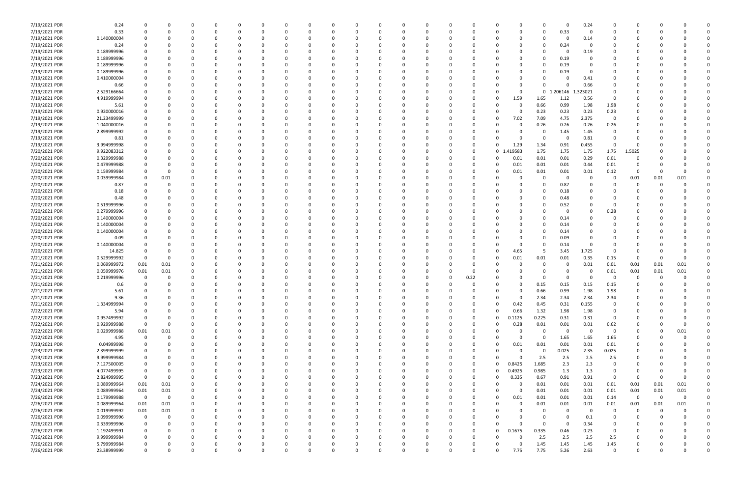| | | | | | | | | | | | | | | | | | | | | | | | | | | | |
|---|---|---|---|---|---|---|---|---|---|---|---|---|---|---|---|---|---|---|---|---|---|---|---|---|---|---|---|
| 7/19/2021 PDR | 0.24 | 0 | 0 | 0 | 0 | 0 | 0 | 0 | 0 | 0 | 0 | 0 | 0 | 0 | 0 | 0 | 0 | 0 | 0 | 0 | 0 | 0.24 | 0 | 0 | 0 | 0 | 0 |
| 7/19/2021 PDR | 0.33 | 0 | 0 | 0 | 0 | 0 | 0 | 0 | 0 | 0 | 0 | 0 | 0 | 0 | 0 | 0 | 0 | 0 | 0 | 0 | 0.33 | 0 | 0 | 0 | 0 | 0 | 0 |
| 7/19/2021 PDR | 0.140000004 | 0 | 0 | 0 | 0 | 0 | 0 | 0 | 0 | 0 | 0 | 0 | 0 | 0 | 0 | 0 | 0 | 0 | 0 | 0 | 0 | 0.14 | 0 | 0 | 0 | 0 | 0 |
| 7/19/2021 PDR | 0.24 | 0 | 0 | 0 | 0 | 0 | 0 | 0 | 0 | 0 | 0 | 0 | 0 | 0 | 0 | 0 | 0 | 0 | 0 | 0 | 0.24 | 0 | 0 | 0 | 0 | 0 | 0 |
| 7/19/2021 PDR | 0.189999996 | 0 | 0 | 0 | 0 | 0 | 0 | 0 | 0 | 0 | 0 | 0 | 0 | 0 | 0 | 0 | 0 | 0 | 0 | 0 | 0 | 0.19 | 0 | 0 | 0 | 0 | 0 |
| 7/19/2021 PDR | 0.189999996 | 0 | 0 | 0 | 0 | 0 | 0 | 0 | 0 | 0 | 0 | 0 | 0 | 0 | 0 | 0 | 0 | 0 | 0 | 0 | 0.19 | 0 | 0 | 0 | 0 | 0 | 0 |
| 7/19/2021 PDR | 0.189999996 | 0 | 0 | 0 | 0 | 0 | 0 | 0 | 0 | 0 | 0 | 0 | 0 | 0 | 0 | 0 | 0 | 0 | 0 | 0 | 0.19 | 0 | 0 | 0 | 0 | 0 | 0 |
| 7/19/2021 PDR | 0.189999996 | 0 | 0 | 0 | 0 | 0 | 0 | 0 | 0 | 0 | 0 | 0 | 0 | 0 | 0 | 0 | 0 | 0 | 0 | 0 | 0.19 | 0 | 0 | 0 | 0 | 0 | 0 |
| 7/19/2021 PDR | 0.410000004 | 0 | 0 | 0 | 0 | 0 | 0 | 0 | 0 | 0 | 0 | 0 | 0 | 0 | 0 | 0 | 0 | 0 | 0 | 0 | 0 | 0.41 | 0 | 0 | 0 | 0 | 0 |
| 7/19/2021 PDR | 0.66 | 0 | 0 | 0 | 0 | 0 | 0 | 0 | 0 | 0 | 0 | 0 | 0 | 0 | 0 | 0 | 0 | 0 | 0 | 0 | 0 | 0.66 | 0 | 0 | 0 | 0 | 0 |
| 7/19/2021 PDR | 2.529166664 | 0 | 0 | 0 | 0 | 0 | 0 | 0 | 0 | 0 | 0 | 0 | 0 | 0 | 0 | 0 | 0 | 0 | 0 | 0 | 1.206146 | 1.323021 | 0 | 0 | 0 | 0 | 0 |
| 7/19/2021 PDR | 4.919999994 | 0 | 0 | 0 | 0 | 0 | 0 | 0 | 0 | 0 | 0 | 0 | 0 | 0 | 0 | 0 | 0 | 0 | 1.59 | 1.65 | 1.12 | 0.56 | 0 | 0 | 0 | 0 | 0 |
| 7/19/2021 PDR | 5.61 | 0 | 0 | 0 | 0 | 0 | 0 | 0 | 0 | 0 | 0 | 0 | 0 | 0 | 0 | 0 | 0 | 0 | 0 | 0.66 | 0.99 | 1.98 | 1.98 | 0 | 0 | 0 | 0 |
| 7/19/2021 PDR | 0.920000016 | 0 | 0 | 0 | 0 | 0 | 0 | 0 | 0 | 0 | 0 | 0 | 0 | 0 | 0 | 0 | 0 | 0 | 0 | 0.23 | 0.23 | 0.23 | 0.23 | 0 | 0 | 0 | 0 |
| 7/19/2021 PDR | 21.23499999 | 0 | 0 | 0 | 0 | 0 | 0 | 0 | 0 | 0 | 0 | 0 | 0 | 0 | 0 | 0 | 0 | 0 | 7.02 | 7.09 | 4.75 | 2.375 | 0 | 0 | 0 | 0 | 0 |
| 7/19/2021 PDR | 1.040000016 | 0 | 0 | 0 | 0 | 0 | 0 | 0 | 0 | 0 | 0 | 0 | 0 | 0 | 0 | 0 | 0 | 0 | 0 | 0.26 | 0.26 | 0.26 | 0.26 | 0 | 0 | 0 | 0 |
| 7/19/2021 PDR | 2.899999992 | 0 | 0 | 0 | 0 | 0 | 0 | 0 | 0 | 0 | 0 | 0 | 0 | 0 | 0 | 0 | 0 | 0 | 0 | 0 | 1.45 | 1.45 | 0 | 0 | 0 | 0 | 0 |
| 7/19/2021 PDR | 0.81 | 0 | 0 | 0 | 0 | 0 | 0 | 0 | 0 | 0 | 0 | 0 | 0 | 0 | 0 | 0 | 0 | 0 | 0 | 0 | 0 | 0.81 | 0 | 0 | 0 | 0 | 0 |
| 7/19/2021 PDR | 3.994999998 | 0 | 0 | 0 | 0 | 0 | 0 | 0 | 0 | 0 | 0 | 0 | 0 | 0 | 0 | 0 | 0 | 0 | 1.29 | 1.34 | 0.91 | 0.455 | 0 | 0 | 0 | 0 | 0 |
| 7/20/2021 PDR | 9.922083312 | 0 | 0 | 0 | 0 | 0 | 0 | 0 | 0 | 0 | 0 | 0 | 0 | 0 | 0 | 0 | 0 | 0 | 1.419583 | 1.75 | 1.75 | 1.75 | 1.75 | 1.5025 | 0 | 0 | 0 |
| 7/20/2021 PDR | 0.329999988 | 0 | 0 | 0 | 0 | 0 | 0 | 0 | 0 | 0 | 0 | 0 | 0 | 0 | 0 | 0 | 0 | 0 | 0.01 | 0.01 | 0.01 | 0.29 | 0.01 | 0 | 0 | 0 | 0 |
| 7/20/2021 PDR | 0.479999988 | 0 | 0 | 0 | 0 | 0 | 0 | 0 | 0 | 0 | 0 | 0 | 0 | 0 | 0 | 0 | 0 | 0 | 0.01 | 0.01 | 0.01 | 0.44 | 0.01 | 0 | 0 | 0 | 0 |
| 7/20/2021 PDR | 0.159999984 | 0 | 0 | 0 | 0 | 0 | 0 | 0 | 0 | 0 | 0 | 0 | 0 | 0 | 0 | 0 | 0 | 0 | 0.01 | 0.01 | 0.01 | 0.01 | 0.12 | 0 | 0 | 0 | 0 |
| 7/20/2021 PDR | 0.039999984 | 0 | 0.01 | 0 | 0 | 0 | 0 | 0 | 0 | 0 | 0 | 0 | 0 | 0 | 0 | 0 | 0 | 0 | 0 | 0 | 0 | 0 | 0 | 0.01 | 0.01 | 0.01 | 0 |
| 7/20/2021 PDR | 0.87 | 0 | 0 | 0 | 0 | 0 | 0 | 0 | 0 | 0 | 0 | 0 | 0 | 0 | 0 | 0 | 0 | 0 | 0 | 0 | 0.87 | 0 | 0 | 0 | 0 | 0 | 0 |
| 7/20/2021 PDR | 0.18 | 0 | 0 | 0 | 0 | 0 | 0 | 0 | 0 | 0 | 0 | 0 | 0 | 0 | 0 | 0 | 0 | 0 | 0 | 0 | 0.18 | 0 | 0 | 0 | 0 | 0 | 0 |
| 7/20/2021 PDR | 0.48 | 0 | 0 | 0 | 0 | 0 | 0 | 0 | 0 | 0 | 0 | 0 | 0 | 0 | 0 | 0 | 0 | 0 | 0 | 0 | 0.48 | 0 | 0 | 0 | 0 | 0 | 0 |
| 7/20/2021 PDR | 0.519999996 | 0 | 0 | 0 | 0 | 0 | 0 | 0 | 0 | 0 | 0 | 0 | 0 | 0 | 0 | 0 | 0 | 0 | 0 | 0 | 0.52 | 0 | 0 | 0 | 0 | 0 | 0 |
| 7/20/2021 PDR | 0.279999996 | 0 | 0 | 0 | 0 | 0 | 0 | 0 | 0 | 0 | 0 | 0 | 0 | 0 | 0 | 0 | 0 | 0 | 0 | 0 | 0 | 0 | 0.28 | 0 | 0 | 0 | 0 |
| 7/20/2021 PDR | 0.140000004 | 0 | 0 | 0 | 0 | 0 | 0 | 0 | 0 | 0 | 0 | 0 | 0 | 0 | 0 | 0 | 0 | 0 | 0 | 0 | 0.14 | 0 | 0 | 0 | 0 | 0 | 0 |
| 7/20/2021 PDR | 0.140000004 | 0 | 0 | 0 | 0 | 0 | 0 | 0 | 0 | 0 | 0 | 0 | 0 | 0 | 0 | 0 | 0 | 0 | 0 | 0 | 0.14 | 0 | 0 | 0 | 0 | 0 | 0 |
| 7/20/2021 PDR | 0.140000004 | 0 | 0 | 0 | 0 | 0 | 0 | 0 | 0 | 0 | 0 | 0 | 0 | 0 | 0 | 0 | 0 | 0 | 0 | 0 | 0.14 | 0 | 0 | 0 | 0 | 0 | 0 |
| 7/20/2021 PDR | 0.09 | 0 | 0 | 0 | 0 | 0 | 0 | 0 | 0 | 0 | 0 | 0 | 0 | 0 | 0 | 0 | 0 | 0 | 0 | 0 | 0.09 | 0 | 0 | 0 | 0 | 0 | 0 |
| 7/20/2021 PDR | 0.140000004 | 0 | 0 | 0 | 0 | 0 | 0 | 0 | 0 | 0 | 0 | 0 | 0 | 0 | 0 | 0 | 0 | 0 | 0 | 0 | 0.14 | 0 | 0 | 0 | 0 | 0 | 0 |
| 7/20/2021 PDR | 14.825 | 0 | 0 | 0 | 0 | 0 | 0 | 0 | 0 | 0 | 0 | 0 | 0 | 0 | 0 | 0 | 0 | 0 | 4.65 | 5 | 3.45 | 1.725 | 0 | 0 | 0 | 0 | 0 |
| 7/21/2021 PDR | 0.529999992 | 0 | 0 | 0 | 0 | 0 | 0 | 0 | 0 | 0 | 0 | 0 | 0 | 0 | 0 | 0 | 0 | 0 | 0.01 | 0.01 | 0.01 | 0.35 | 0.15 | 0 | 0 | 0 | 0 |
| 7/21/2021 PDR | 0.069999972 | 0.01 | 0.01 | 0 | 0 | 0 | 0 | 0 | 0 | 0 | 0 | 0 | 0 | 0 | 0 | 0 | 0 | 0 | 0 | 0 | 0 | 0.01 | 0.01 | 0.01 | 0.01 | 0.01 | 0 |
| 7/21/2021 PDR | 0.059999976 | 0.01 | 0.01 | 0 | 0 | 0 | 0 | 0 | 0 | 0 | 0 | 0 | 0 | 0 | 0 | 0 | 0 | 0 | 0 | 0 | 0 | 0 | 0.01 | 0.01 | 0.01 | 0.01 | 0 |
| 7/21/2021 PDR | 0.219999996 | 0 | 0 | 0 | 0 | 0 | 0 | 0 | 0 | 0 | 0 | 0 | 0 | 0 | 0 | 0 | 0.22 | 0 | 0 | 0 | 0 | 0 | 0 | 0 | 0 | 0 | 0 |
| 7/21/2021 PDR | 0.6 | 0 | 0 | 0 | 0 | 0 | 0 | 0 | 0 | 0 | 0 | 0 | 0 | 0 | 0 | 0 | 0 | 0 | 0 | 0.15 | 0.15 | 0.15 | 0.15 | 0 | 0 | 0 | 0 |
| 7/21/2021 PDR | 5.61 | 0 | 0 | 0 | 0 | 0 | 0 | 0 | 0 | 0 | 0 | 0 | 0 | 0 | 0 | 0 | 0 | 0 | 0 | 0.66 | 0.99 | 1.98 | 1.98 | 0 | 0 | 0 | 0 |
| 7/21/2021 PDR | 9.36 | 0 | 0 | 0 | 0 | 0 | 0 | 0 | 0 | 0 | 0 | 0 | 0 | 0 | 0 | 0 | 0 | 0 | 0 | 2.34 | 2.34 | 2.34 | 2.34 | 0 | 0 | 0 | 0 |
| 7/21/2021 PDR | 1.334999994 | 0 | 0 | 0 | 0 | 0 | 0 | 0 | 0 | 0 | 0 | 0 | 0 | 0 | 0 | 0 | 0 | 0 | 0.42 | 0.45 | 0.31 | 0.155 | 0 | 0 | 0 | 0 | 0 |
| 7/22/2021 PDR | 5.94 | 0 | 0 | 0 | 0 | 0 | 0 | 0 | 0 | 0 | 0 | 0 | 0 | 0 | 0 | 0 | 0 | 0 | 0.66 | 1.32 | 1.98 | 1.98 | 0 | 0 | 0 | 0 | 0 |
| 7/22/2021 PDR | 0.957499992 | 0 | 0 | 0 | 0 | 0 | 0 | 0 | 0 | 0 | 0 | 0 | 0 | 0 | 0 | 0 | 0 | 0 | 0.1125 | 0.225 | 0.31 | 0.31 | 0 | 0 | 0 | 0 | 0 |
| 7/22/2021 PDR | 0.929999988 | 0 | 0 | 0 | 0 | 0 | 0 | 0 | 0 | 0 | 0 | 0 | 0 | 0 | 0 | 0 | 0 | 0 | 0.28 | 0.01 | 0.01 | 0.01 | 0.62 | 0 | 0 | 0 | 0 |
| 7/22/2021 PDR | 0.029999988 | 0.01 | 0.01 | 0 | 0 | 0 | 0 | 0 | 0 | 0 | 0 | 0 | 0 | 0 | 0 | 0 | 0 | 0 | 0 | 0 | 0 | 0 | 0 | 0 | 0 | 0.01 | 0 |
| 7/22/2021 PDR | 4.95 | 0 | 0 | 0 | 0 | 0 | 0 | 0 | 0 | 0 | 0 | 0 | 0 | 0 | 0 | 0 | 0 | 0 | 0 | 0 | 1.65 | 1.65 | 1.65 | 0 | 0 | 0 | 0 |
| 7/23/2021 PDR | 0.04999998 | 0 | 0 | 0 | 0 | 0 | 0 | 0 | 0 | 0 | 0 | 0 | 0 | 0 | 0 | 0 | 0 | 0 | 0.01 | 0.01 | 0.01 | 0.01 | 0.01 | 0 | 0 | 0 | 0 |
| 7/23/2021 PDR | 2.399999999 | 0 | 0 | 0 | 0 | 0 | 0 | 0 | 0 | 0 | 0 | 0 | 0 | 0 | 0 | 0 | 0 | 0 | 0 | 0 | 0.025 | 2.35 | 0.025 | 0 | 0 | 0 | 0 |
| 7/23/2021 PDR | 9.999999984 | 0 | 0 | 0 | 0 | 0 | 0 | 0 | 0 | 0 | 0 | 0 | 0 | 0 | 0 | 0 | 0 | 0 | 0 | 2.5 | 2.5 | 2.5 | 2.5 | 0 | 0 | 0 | 0 |
| 7/23/2021 PDR | 7.127500005 | 0 | 0 | 0 | 0 | 0 | 0 | 0 | 0 | 0 | 0 | 0 | 0 | 0 | 0 | 0 | 0 | 0 | 0.8425 | 1.685 | 2.3 | 2.3 | 0 | 0 | 0 | 0 | 0 |
| 7/23/2021 PDR | 4.077499995 | 0 | 0 | 0 | 0 | 0 | 0 | 0 | 0 | 0 | 0 | 0 | 0 | 0 | 0 | 0 | 0 | 0 | 0.4925 | 0.985 | 1.3 | 1.3 | 0 | 0 | 0 | 0 | 0 |
| 7/23/2021 PDR | 2.824999995 | 0 | 0 | 0 | 0 | 0 | 0 | 0 | 0 | 0 | 0 | 0 | 0 | 0 | 0 | 0 | 0 | 0 | 0.335 | 0.67 | 0.91 | 0.91 | 0 | 0 | 0 | 0 | 0 |
| 7/24/2021 PDR | 0.089999964 | 0.01 | 0.01 | 0 | 0 | 0 | 0 | 0 | 0 | 0 | 0 | 0 | 0 | 0 | 0 | 0 | 0 | 0 | 0 | 0.01 | 0.01 | 0.01 | 0.01 | 0.01 | 0.01 | 0.01 | 0 |
| 7/24/2021 PDR | 0.089999964 | 0.01 | 0.01 | 0 | 0 | 0 | 0 | 0 | 0 | 0 | 0 | 0 | 0 | 0 | 0 | 0 | 0 | 0 | 0 | 0.01 | 0.01 | 0.01 | 0.01 | 0.01 | 0.01 | 0.01 | 0 |
| 7/26/2021 PDR | 0.179999988 | 0 | 0 | 0 | 0 | 0 | 0 | 0 | 0 | 0 | 0 | 0 | 0 | 0 | 0 | 0 | 0 | 0 | 0.01 | 0.01 | 0.01 | 0.01 | 0.14 | 0 | 0 | 0 | 0 |
| 7/26/2021 PDR | 0.089999964 | 0.01 | 0.01 | 0 | 0 | 0 | 0 | 0 | 0 | 0 | 0 | 0 | 0 | 0 | 0 | 0 | 0 | 0 | 0 | 0.01 | 0.01 | 0.01 | 0.01 | 0.01 | 0.01 | 0.01 | 0 |
| 7/26/2021 PDR | 0.019999992 | 0.01 | 0.01 | 0 | 0 | 0 | 0 | 0 | 0 | 0 | 0 | 0 | 0 | 0 | 0 | 0 | 0 | 0 | 0 | 0 | 0 | 0 | 0 | 0 | 0 | 0 | 0 |
| 7/26/2021 PDR | 0.099999996 | 0 | 0 | 0 | 0 | 0 | 0 | 0 | 0 | 0 | 0 | 0 | 0 | 0 | 0 | 0 | 0 | 0 | 0 | 0 | 0 | 0.1 | 0 | 0 | 0 | 0 | 0 |
| 7/26/2021 PDR | 0.339999996 | 0 | 0 | 0 | 0 | 0 | 0 | 0 | 0 | 0 | 0 | 0 | 0 | 0 | 0 | 0 | 0 | 0 | 0 | 0 | 0 | 0.34 | 0 | 0 | 0 | 0 | 0 |
| 7/26/2021 PDR | 1.192499991 | 0 | 0 | 0 | 0 | 0 | 0 | 0 | 0 | 0 | 0 | 0 | 0 | 0 | 0 | 0 | 0 | 0 | 0.1675 | 0.335 | 0.46 | 0.23 | 0 | 0 | 0 | 0 | 0 |
| 7/26/2021 PDR | 9.999999984 | 0 | 0 | 0 | 0 | 0 | 0 | 0 | 0 | 0 | 0 | 0 | 0 | 0 | 0 | 0 | 0 | 0 | 0 | 2.5 | 2.5 | 2.5 | 2.5 | 0 | 0 | 0 | 0 |
| 7/26/2021 PDR | 5.799999984 | 0 | 0 | 0 | 0 | 0 | 0 | 0 | 0 | 0 | 0 | 0 | 0 | 0 | 0 | 0 | 0 | 0 | 0 | 1.45 | 1.45 | 1.45 | 1.45 | 0 | 0 | 0 | 0 |
| 7/26/2021 PDR | 23.38999999 | 0 | 0 | 0 | 0 | 0 | 0 | 0 | 0 | 0 | 0 | 0 | 0 | 0 | 0 | 0 | 0 | 0 | 7.75 | 7.75 | 5.26 | 2.63 | 0 | 0 | 0 | 0 | 0 |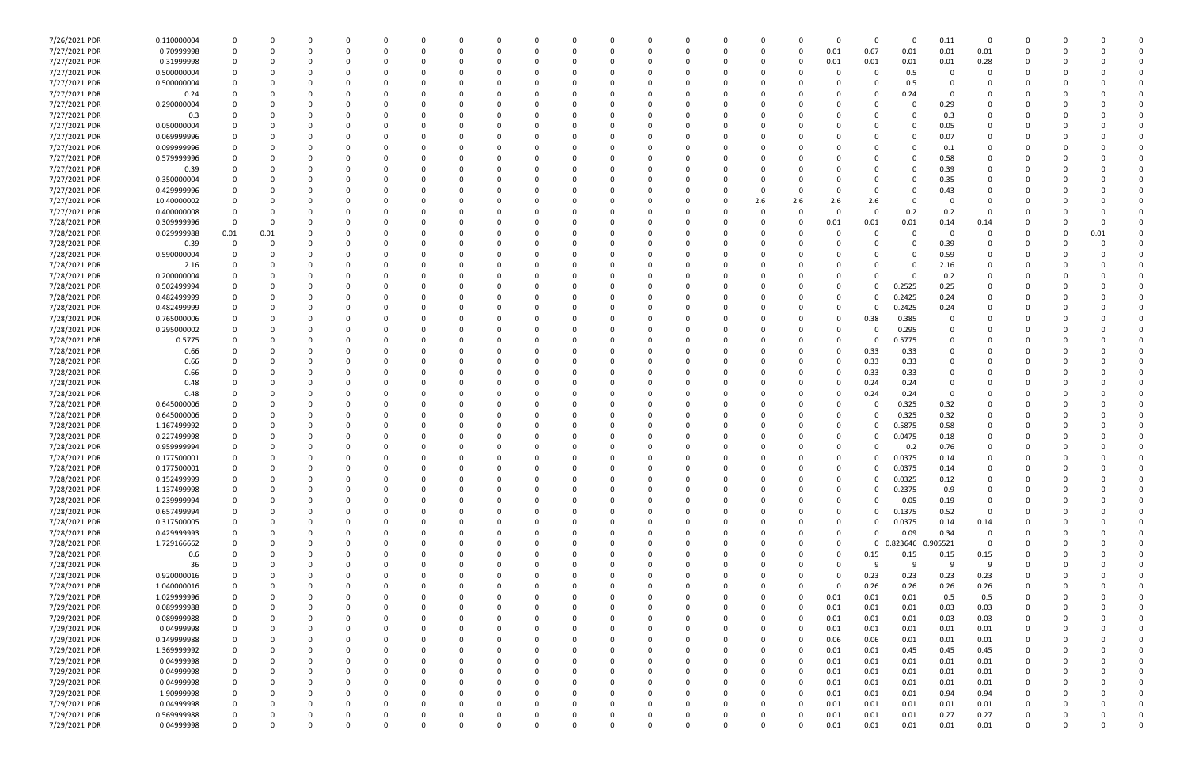| | | | | | | | | | | | | | | | | | | | | | | | | | | | | | | | | | | | |
|---|---|---|---|---|---|---|---|---|---|---|---|---|---|---|---|---|---|---|---|---|---|---|---|---|---|---|---|---|---|---|---|---|---|---|---|
| 7/26/2021 PDR | 0.110000004 | 0 | 0 | 0 | 0 | 0 | 0 | 0 | 0 | 0 | 0 | 0 | 0 | 0 | 0 | 0 | 0 | 0 | 0 | 0 | 0 | 0 | 0 | 0 | 0 | 0 | 0.11 | 0 | | 0 | | 0 | | 0 | 0 |
| 7/27/2021 PDR | 0.70999998 | 0 | 0 | 0 | 0 | 0 | 0 | 0 | 0 | 0 | 0 | 0 | 0 | 0 | 0 | 0 | 0 | 0 | 0 | 0 | 0 | 0 | 0 | 0.01 | 0.67 | 0.01 | 0.01 | 0.01 | | 0 | | 0 | | 0 | 0 |
| 7/27/2021 PDR | 0.31999998 | 0 | 0 | 0 | 0 | 0 | 0 | 0 | 0 | 0 | 0 | 0 | 0 | 0 | 0 | 0 | 0 | 0 | 0 | 0 | 0 | 0 | 0 | 0.01 | 0.01 | 0.01 | 0.01 | 0.28 | | 0 | | 0 | | 0 | 0 |
| 7/27/2021 PDR | 0.500000004 | 0 | 0 | 0 | 0 | 0 | 0 | 0 | 0 | 0 | 0 | 0 | 0 | 0 | 0 | 0 | 0 | 0 | 0 | 0 | 0 | 0 | 0 | 0 | 0 | 0.5 | 0 | 0 | | 0 | | 0 | | 0 | 0 |
| 7/27/2021 PDR | 0.500000004 | 0 | 0 | 0 | 0 | 0 | 0 | 0 | 0 | 0 | 0 | 0 | 0 | 0 | 0 | 0 | 0 | 0 | 0 | 0 | 0 | 0 | 0 | 0 | 0 | 0.5 | 0 | 0 | | 0 | | 0 | | 0 | 0 |
| 7/27/2021 PDR | 0.24 | 0 | 0 | 0 | 0 | 0 | 0 | 0 | 0 | 0 | 0 | 0 | 0 | 0 | 0 | 0 | 0 | 0 | 0 | 0 | 0 | 0 | 0 | 0 | 0 | 0.24 | 0 | 0 | | 0 | | 0 | | 0 | 0 |
| 7/27/2021 PDR | 0.290000004 | 0 | 0 | 0 | 0 | 0 | 0 | 0 | 0 | 0 | 0 | 0 | 0 | 0 | 0 | 0 | 0 | 0 | 0 | 0 | 0 | 0 | 0 | 0 | 0 | 0 | 0.29 | 0 | | 0 | | 0 | | 0 | 0 |
| 7/27/2021 PDR | 0.3 | 0 | 0 | 0 | 0 | 0 | 0 | 0 | 0 | 0 | 0 | 0 | 0 | 0 | 0 | 0 | 0 | 0 | 0 | 0 | 0 | 0 | 0 | 0 | 0 | 0 | 0.3 | 0 | | 0 | | 0 | | 0 | 0 |
| 7/27/2021 PDR | 0.050000004 | 0 | 0 | 0 | 0 | 0 | 0 | 0 | 0 | 0 | 0 | 0 | 0 | 0 | 0 | 0 | 0 | 0 | 0 | 0 | 0 | 0 | 0 | 0 | 0 | 0 | 0.05 | 0 | | 0 | | 0 | | 0 | 0 |
| 7/27/2021 PDR | 0.069999996 | 0 | 0 | 0 | 0 | 0 | 0 | 0 | 0 | 0 | 0 | 0 | 0 | 0 | 0 | 0 | 0 | 0 | 0 | 0 | 0 | 0 | 0 | 0 | 0 | 0 | 0.07 | 0 | | 0 | | 0 | | 0 | 0 |
| 7/27/2021 PDR | 0.099999996 | 0 | 0 | 0 | 0 | 0 | 0 | 0 | 0 | 0 | 0 | 0 | 0 | 0 | 0 | 0 | 0 | 0 | 0 | 0 | 0 | 0 | 0 | 0 | 0 | 0 | 0.1 | 0 | | 0 | | 0 | | 0 | 0 |
| 7/27/2021 PDR | 0.579999996 | 0 | 0 | 0 | 0 | 0 | 0 | 0 | 0 | 0 | 0 | 0 | 0 | 0 | 0 | 0 | 0 | 0 | 0 | 0 | 0 | 0 | 0 | 0 | 0 | 0 | 0.58 | 0 | | 0 | | 0 | | 0 | 0 |
| 7/27/2021 PDR | 0.39 | 0 | 0 | 0 | 0 | 0 | 0 | 0 | 0 | 0 | 0 | 0 | 0 | 0 | 0 | 0 | 0 | 0 | 0 | 0 | 0 | 0 | 0 | 0 | 0 | 0 | 0.39 | 0 | | 0 | | 0 | | 0 | 0 |
| 7/27/2021 PDR | 0.350000004 | 0 | 0 | 0 | 0 | 0 | 0 | 0 | 0 | 0 | 0 | 0 | 0 | 0 | 0 | 0 | 0 | 0 | 0 | 0 | 0 | 0 | 0 | 0 | 0 | 0 | 0.35 | 0 | | 0 | | 0 | | 0 | 0 |
| 7/27/2021 PDR | 0.429999996 | 0 | 0 | 0 | 0 | 0 | 0 | 0 | 0 | 0 | 0 | 0 | 0 | 0 | 0 | 0 | 0 | 0 | 0 | 0 | 0 | 0 | 0 | 0 | 0 | 0 | 0.43 | 0 | | 0 | | 0 | | 0 | 0 |
| 7/27/2021 PDR | 10.40000002 | 0 | 0 | 0 | 0 | 0 | 0 | 0 | 0 | 0 | 0 | 0 | 0 | 0 | 0 | 0 | 0 | 0 | 0 | 0 | 0 | 2.6 | 2.6 | 2.6 | 2.6 | 0 | 0 | 0 | | 0 | | 0 | | 0 | 0 |
| 7/27/2021 PDR | 0.400000008 | 0 | 0 | 0 | 0 | 0 | 0 | 0 | 0 | 0 | 0 | 0 | 0 | 0 | 0 | 0 | 0 | 0 | 0 | 0 | 0 | 0 | 0 | 0 | 0 | 0.2 | 0.2 | 0 | | 0 | | 0 | | 0 | 0 |
| 7/28/2021 PDR | 0.309999996 | 0 | 0 | 0 | 0 | 0 | 0 | 0 | 0 | 0 | 0 | 0 | 0 | 0 | 0 | 0 | 0 | 0 | 0 | 0 | 0 | 0 | 0 | 0.01 | 0.01 | 0.01 | 0.14 | 0.14 | | 0 | | 0 | | 0 | 0 |
| 7/28/2021 PDR | 0.029999988 | 0.01 | 0.01 | 0 | 0 | 0 | 0 | 0 | 0 | 0 | 0 | 0 | 0 | 0 | 0 | 0 | 0 | 0 | 0 | 0 | 0 | 0 | 0 | 0 | 0 | 0 | 0 | 0 | | 0 | | 0 | | 0.01 | 0 |
| 7/28/2021 PDR | 0.39 | 0 | 0 | 0 | 0 | 0 | 0 | 0 | 0 | 0 | 0 | 0 | 0 | 0 | 0 | 0 | 0 | 0 | 0 | 0 | 0 | 0 | 0 | 0 | 0 | 0 | 0.39 | 0 | | 0 | | 0 | | 0 | 0 |
| 7/28/2021 PDR | 0.590000004 | 0 | 0 | 0 | 0 | 0 | 0 | 0 | 0 | 0 | 0 | 0 | 0 | 0 | 0 | 0 | 0 | 0 | 0 | 0 | 0 | 0 | 0 | 0 | 0 | 0 | 0.59 | 0 | | 0 | | 0 | | 0 | 0 |
| 7/28/2021 PDR | 2.16 | 0 | 0 | 0 | 0 | 0 | 0 | 0 | 0 | 0 | 0 | 0 | 0 | 0 | 0 | 0 | 0 | 0 | 0 | 0 | 0 | 0 | 0 | 0 | 0 | 0 | 2.16 | 0 | | 0 | | 0 | | 0 | 0 |
| 7/28/2021 PDR | 0.200000004 | 0 | 0 | 0 | 0 | 0 | 0 | 0 | 0 | 0 | 0 | 0 | 0 | 0 | 0 | 0 | 0 | 0 | 0 | 0 | 0 | 0 | 0 | 0 | 0 | 0 | 0.2 | 0 | | 0 | | 0 | | 0 | 0 |
| 7/28/2021 PDR | 0.502499994 | 0 | 0 | 0 | 0 | 0 | 0 | 0 | 0 | 0 | 0 | 0 | 0 | 0 | 0 | 0 | 0 | 0 | 0 | 0 | 0 | 0 | 0 | 0 | 0 | 0.2525 | 0.25 | 0 | | 0 | | 0 | | 0 | 0 |
| 7/28/2021 PDR | 0.482499999 | 0 | 0 | 0 | 0 | 0 | 0 | 0 | 0 | 0 | 0 | 0 | 0 | 0 | 0 | 0 | 0 | 0 | 0 | 0 | 0 | 0 | 0 | 0 | 0 | 0.2425 | 0.24 | 0 | | 0 | | 0 | | 0 | 0 |
| 7/28/2021 PDR | 0.482499999 | 0 | 0 | 0 | 0 | 0 | 0 | 0 | 0 | 0 | 0 | 0 | 0 | 0 | 0 | 0 | 0 | 0 | 0 | 0 | 0 | 0 | 0 | 0 | 0 | 0.2425 | 0.24 | 0 | | 0 | | 0 | | 0 | 0 |
| 7/28/2021 PDR | 0.765000006 | 0 | 0 | 0 | 0 | 0 | 0 | 0 | 0 | 0 | 0 | 0 | 0 | 0 | 0 | 0 | 0 | 0 | 0 | 0 | 0 | 0 | 0 | 0 | 0.38 | 0.385 | 0 | 0 | | 0 | | 0 | | 0 | 0 |
| 7/28/2021 PDR | 0.295000002 | 0 | 0 | 0 | 0 | 0 | 0 | 0 | 0 | 0 | 0 | 0 | 0 | 0 | 0 | 0 | 0 | 0 | 0 | 0 | 0 | 0 | 0 | 0 | 0 | 0.295 | 0 | 0 | | 0 | | 0 | | 0 | 0 |
| 7/28/2021 PDR | 0.5775 | 0 | 0 | 0 | 0 | 0 | 0 | 0 | 0 | 0 | 0 | 0 | 0 | 0 | 0 | 0 | 0 | 0 | 0 | 0 | 0 | 0 | 0 | 0 | 0 | 0.5775 | 0 | 0 | | 0 | | 0 | | 0 | 0 |
| 7/28/2021 PDR | 0.66 | 0 | 0 | 0 | 0 | 0 | 0 | 0 | 0 | 0 | 0 | 0 | 0 | 0 | 0 | 0 | 0 | 0 | 0 | 0 | 0 | 0 | 0 | 0 | 0.33 | 0.33 | 0 | 0 | | 0 | | 0 | | 0 | 0 |
| 7/28/2021 PDR | 0.66 | 0 | 0 | 0 | 0 | 0 | 0 | 0 | 0 | 0 | 0 | 0 | 0 | 0 | 0 | 0 | 0 | 0 | 0 | 0 | 0 | 0 | 0 | 0 | 0.33 | 0.33 | 0 | 0 | | 0 | | 0 | | 0 | 0 |
| 7/28/2021 PDR | 0.66 | 0 | 0 | 0 | 0 | 0 | 0 | 0 | 0 | 0 | 0 | 0 | 0 | 0 | 0 | 0 | 0 | 0 | 0 | 0 | 0 | 0 | 0 | 0 | 0.33 | 0.33 | 0 | 0 | | 0 | | 0 | | 0 | 0 |
| 7/28/2021 PDR | 0.48 | 0 | 0 | 0 | 0 | 0 | 0 | 0 | 0 | 0 | 0 | 0 | 0 | 0 | 0 | 0 | 0 | 0 | 0 | 0 | 0 | 0 | 0 | 0 | 0.24 | 0.24 | 0 | 0 | | 0 | | 0 | | 0 | 0 |
| 7/28/2021 PDR | 0.48 | 0 | 0 | 0 | 0 | 0 | 0 | 0 | 0 | 0 | 0 | 0 | 0 | 0 | 0 | 0 | 0 | 0 | 0 | 0 | 0 | 0 | 0 | 0 | 0.24 | 0.24 | 0 | 0 | | 0 | | 0 | | 0 | 0 |
| 7/28/2021 PDR | 0.645000006 | 0 | 0 | 0 | 0 | 0 | 0 | 0 | 0 | 0 | 0 | 0 | 0 | 0 | 0 | 0 | 0 | 0 | 0 | 0 | 0 | 0 | 0 | 0 | 0 | 0.325 | 0.32 | 0 | | 0 | | 0 | | 0 | 0 |
| 7/28/2021 PDR | 0.645000006 | 0 | 0 | 0 | 0 | 0 | 0 | 0 | 0 | 0 | 0 | 0 | 0 | 0 | 0 | 0 | 0 | 0 | 0 | 0 | 0 | 0 | 0 | 0 | 0 | 0.325 | 0.32 | 0 | | 0 | | 0 | | 0 | 0 |
| 7/28/2021 PDR | 1.167499992 | 0 | 0 | 0 | 0 | 0 | 0 | 0 | 0 | 0 | 0 | 0 | 0 | 0 | 0 | 0 | 0 | 0 | 0 | 0 | 0 | 0 | 0 | 0 | 0 | 0.5875 | 0.58 | 0 | | 0 | | 0 | | 0 | 0 |
| 7/28/2021 PDR | 0.227499998 | 0 | 0 | 0 | 0 | 0 | 0 | 0 | 0 | 0 | 0 | 0 | 0 | 0 | 0 | 0 | 0 | 0 | 0 | 0 | 0 | 0 | 0 | 0 | 0 | 0.0475 | 0.18 | 0 | | 0 | | 0 | | 0 | 0 |
| 7/28/2021 PDR | 0.959999994 | 0 | 0 | 0 | 0 | 0 | 0 | 0 | 0 | 0 | 0 | 0 | 0 | 0 | 0 | 0 | 0 | 0 | 0 | 0 | 0 | 0 | 0 | 0 | 0 | 0.2 | 0.76 | 0 | | 0 | | 0 | | 0 | 0 |
| 7/28/2021 PDR | 0.177500001 | 0 | 0 | 0 | 0 | 0 | 0 | 0 | 0 | 0 | 0 | 0 | 0 | 0 | 0 | 0 | 0 | 0 | 0 | 0 | 0 | 0 | 0 | 0 | 0 | 0.0375 | 0.14 | 0 | | 0 | | 0 | | 0 | 0 |
| 7/28/2021 PDR | 0.177500001 | 0 | 0 | 0 | 0 | 0 | 0 | 0 | 0 | 0 | 0 | 0 | 0 | 0 | 0 | 0 | 0 | 0 | 0 | 0 | 0 | 0 | 0 | 0 | 0 | 0.0375 | 0.14 | 0 | | 0 | | 0 | | 0 | 0 |
| 7/28/2021 PDR | 0.152499999 | 0 | 0 | 0 | 0 | 0 | 0 | 0 | 0 | 0 | 0 | 0 | 0 | 0 | 0 | 0 | 0 | 0 | 0 | 0 | 0 | 0 | 0 | 0 | 0 | 0.0325 | 0.12 | 0 | | 0 | | 0 | | 0 | 0 |
| 7/28/2021 PDR | 1.137499998 | 0 | 0 | 0 | 0 | 0 | 0 | 0 | 0 | 0 | 0 | 0 | 0 | 0 | 0 | 0 | 0 | 0 | 0 | 0 | 0 | 0 | 0 | 0 | 0 | 0.2375 | 0.9 | 0 | | 0 | | 0 | | 0 | 0 |
| 7/28/2021 PDR | 0.239999994 | 0 | 0 | 0 | 0 | 0 | 0 | 0 | 0 | 0 | 0 | 0 | 0 | 0 | 0 | 0 | 0 | 0 | 0 | 0 | 0 | 0 | 0 | 0 | 0 | 0.05 | 0.19 | 0 | | 0 | | 0 | | 0 | 0 |
| 7/28/2021 PDR | 0.657499994 | 0 | 0 | 0 | 0 | 0 | 0 | 0 | 0 | 0 | 0 | 0 | 0 | 0 | 0 | 0 | 0 | 0 | 0 | 0 | 0 | 0 | 0 | 0 | 0 | 0.1375 | 0.52 | 0 | | 0 | | 0 | | 0 | 0 |
| 7/28/2021 PDR | 0.317500005 | 0 | 0 | 0 | 0 | 0 | 0 | 0 | 0 | 0 | 0 | 0 | 0 | 0 | 0 | 0 | 0 | 0 | 0 | 0 | 0 | 0 | 0 | 0 | 0 | 0.0375 | 0.14 | 0.14 | | 0 | | 0 | | 0 | 0 |
| 7/28/2021 PDR | 0.429999993 | 0 | 0 | 0 | 0 | 0 | 0 | 0 | 0 | 0 | 0 | 0 | 0 | 0 | 0 | 0 | 0 | 0 | 0 | 0 | 0 | 0 | 0 | 0 | 0 | 0.09 | 0.34 | 0 | | 0 | | 0 | | 0 | 0 |
| 7/28/2021 PDR | 1.729166662 | 0 | 0 | 0 | 0 | 0 | 0 | 0 | 0 | 0 | 0 | 0 | 0 | 0 | 0 | 0 | 0 | 0 | 0 | 0 | 0 | 0 | 0 | 0 | 0 | 0.823646 | 0.905521 | 0 | | 0 | | 0 | | 0 | 0 |
| 7/28/2021 PDR | 0.6 | 0 | 0 | 0 | 0 | 0 | 0 | 0 | 0 | 0 | 0 | 0 | 0 | 0 | 0 | 0 | 0 | 0 | 0 | 0 | 0 | 0 | 0 | 0 | 0.15 | 0.15 | 0.15 | 0.15 | | 0 | | 0 | | 0 | 0 |
| 7/28/2021 PDR | 36 | 0 | 0 | 0 | 0 | 0 | 0 | 0 | 0 | 0 | 0 | 0 | 0 | 0 | 0 | 0 | 0 | 0 | 0 | 0 | 0 | 0 | 0 | 0 | 9 | 9 | 9 | 9 | | 0 | | 0 | | 0 | 0 |
| 7/28/2021 PDR | 0.920000016 | 0 | 0 | 0 | 0 | 0 | 0 | 0 | 0 | 0 | 0 | 0 | 0 | 0 | 0 | 0 | 0 | 0 | 0 | 0 | 0 | 0 | 0 | 0 | 0.23 | 0.23 | 0.23 | 0.23 | | 0 | | 0 | | 0 | 0 |
| 7/28/2021 PDR | 1.040000016 | 0 | 0 | 0 | 0 | 0 | 0 | 0 | 0 | 0 | 0 | 0 | 0 | 0 | 0 | 0 | 0 | 0 | 0 | 0 | 0 | 0 | 0 | 0 | 0.26 | 0.26 | 0.26 | 0.26 | | 0 | | 0 | | 0 | 0 |
| 7/29/2021 PDR | 1.029999996 | 0 | 0 | 0 | 0 | 0 | 0 | 0 | 0 | 0 | 0 | 0 | 0 | 0 | 0 | 0 | 0 | 0 | 0 | 0 | 0 | 0 | 0 | 0.01 | 0.01 | 0.01 | 0.5 | 0.5 | | 0 | | 0 | | 0 | 0 |
| 7/29/2021 PDR | 0.089999988 | 0 | 0 | 0 | 0 | 0 | 0 | 0 | 0 | 0 | 0 | 0 | 0 | 0 | 0 | 0 | 0 | 0 | 0 | 0 | 0 | 0 | 0 | 0.01 | 0.01 | 0.01 | 0.03 | 0.03 | | 0 | | 0 | | 0 | 0 |
| 7/29/2021 PDR | 0.089999988 | 0 | 0 | 0 | 0 | 0 | 0 | 0 | 0 | 0 | 0 | 0 | 0 | 0 | 0 | 0 | 0 | 0 | 0 | 0 | 0 | 0 | 0 | 0.01 | 0.01 | 0.01 | 0.03 | 0.03 | | 0 | | 0 | | 0 | 0 |
| 7/29/2021 PDR | 0.04999998 | 0 | 0 | 0 | 0 | 0 | 0 | 0 | 0 | 0 | 0 | 0 | 0 | 0 | 0 | 0 | 0 | 0 | 0 | 0 | 0 | 0 | 0 | 0.01 | 0.01 | 0.01 | 0.01 | 0.01 | | 0 | | 0 | | 0 | 0 |
| 7/29/2021 PDR | 0.149999988 | 0 | 0 | 0 | 0 | 0 | 0 | 0 | 0 | 0 | 0 | 0 | 0 | 0 | 0 | 0 | 0 | 0 | 0 | 0 | 0 | 0 | 0 | 0.06 | 0.06 | 0.01 | 0.01 | 0.01 | | 0 | | 0 | | 0 | 0 |
| 7/29/2021 PDR | 1.369999992 | 0 | 0 | 0 | 0 | 0 | 0 | 0 | 0 | 0 | 0 | 0 | 0 | 0 | 0 | 0 | 0 | 0 | 0 | 0 | 0 | 0 | 0 | 0.01 | 0.01 | 0.45 | 0.45 | 0.45 | | 0 | | 0 | | 0 | 0 |
| 7/29/2021 PDR | 0.04999998 | 0 | 0 | 0 | 0 | 0 | 0 | 0 | 0 | 0 | 0 | 0 | 0 | 0 | 0 | 0 | 0 | 0 | 0 | 0 | 0 | 0 | 0 | 0.01 | 0.01 | 0.01 | 0.01 | 0.01 | | 0 | | 0 | | 0 | 0 |
| 7/29/2021 PDR | 0.04999998 | 0 | 0 | 0 | 0 | 0 | 0 | 0 | 0 | 0 | 0 | 0 | 0 | 0 | 0 | 0 | 0 | 0 | 0 | 0 | 0 | 0 | 0 | 0.01 | 0.01 | 0.01 | 0.01 | 0.01 | | 0 | | 0 | | 0 | 0 |
| 7/29/2021 PDR | 0.04999998 | 0 | 0 | 0 | 0 | 0 | 0 | 0 | 0 | 0 | 0 | 0 | 0 | 0 | 0 | 0 | 0 | 0 | 0 | 0 | 0 | 0 | 0 | 0.01 | 0.01 | 0.01 | 0.01 | 0.01 | | 0 | | 0 | | 0 | 0 |
| 7/29/2021 PDR | 1.90999998 | 0 | 0 | 0 | 0 | 0 | 0 | 0 | 0 | 0 | 0 | 0 | 0 | 0 | 0 | 0 | 0 | 0 | 0 | 0 | 0 | 0 | 0 | 0.01 | 0.01 | 0.01 | 0.94 | 0.94 | | 0 | | 0 | | 0 | 0 |
| 7/29/2021 PDR | 0.04999998 | 0 | 0 | 0 | 0 | 0 | 0 | 0 | 0 | 0 | 0 | 0 | 0 | 0 | 0 | 0 | 0 | 0 | 0 | 0 | 0 | 0 | 0 | 0.01 | 0.01 | 0.01 | 0.01 | 0.01 | | 0 | | 0 | | 0 | 0 |
| 7/29/2021 PDR | 0.569999988 | 0 | 0 | 0 | 0 | 0 | 0 | 0 | 0 | 0 | 0 | 0 | 0 | 0 | 0 | 0 | 0 | 0 | 0 | 0 | 0 | 0 | 0 | 0.01 | 0.01 | 0.01 | 0.27 | 0.27 | | 0 | | 0 | | 0 | 0 |
| 7/29/2021 PDR | 0.04999998 | 0 | 0 | 0 | 0 | 0 | 0 | 0 | 0 | 0 | 0 | 0 | 0 | 0 | 0 | 0 | 0 | 0 | 0 | 0 | 0 | 0 | 0 | 0.01 | 0.01 | 0.01 | 0.01 | 0.01 | | 0 | | 0 | | 0 | 0 |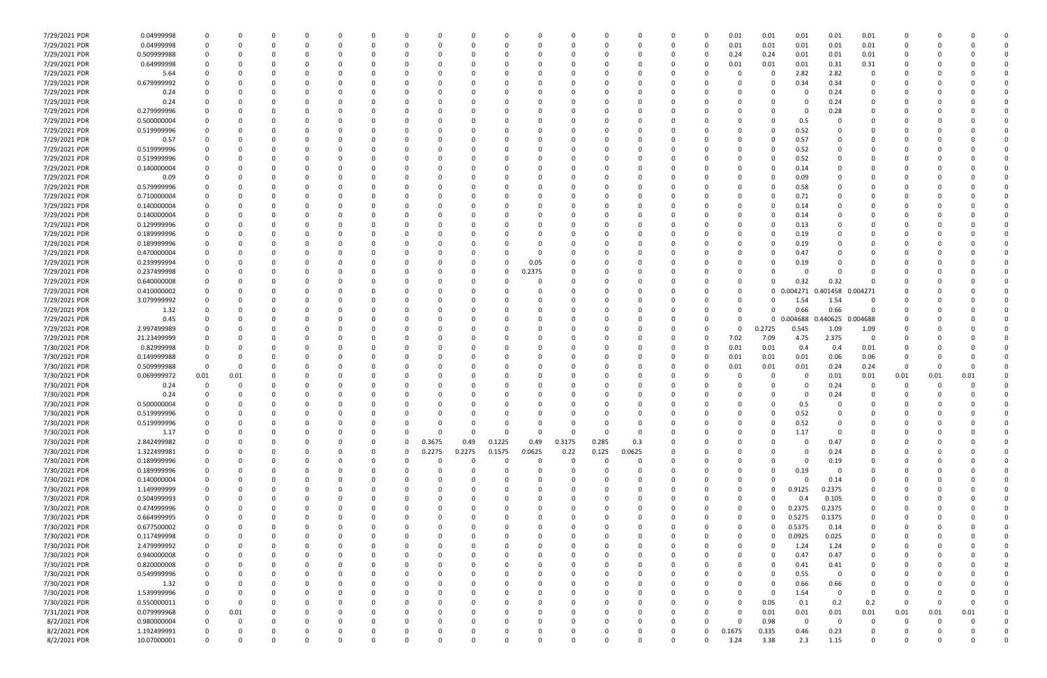| | | | | | | | | | | | | | | | | | | | | | | | | | | |
|---|---|---|---|---|---|---|---|---|---|---|---|---|---|---|---|---|---|---|---|---|---|---|---|---|---|---|
| 7/29/2021 PDR | 0.04999998 | 0 | 0 | 0 | 0 | 0 | 0 | 0 | 0 | 0 | 0 | 0 | 0 | 0 | 0 | 0 | 0 | 0.01 | 0.01 | 0.01 | 0.01 | 0.01 | 0 | 0 | 0 | 0 |
| 7/29/2021 PDR | 0.04999998 | 0 | 0 | 0 | 0 | 0 | 0 | 0 | 0 | 0 | 0 | 0 | 0 | 0 | 0 | 0 | 0 | 0.01 | 0.01 | 0.01 | 0.01 | 0.01 | 0 | 0 | 0 | 0 |
| 7/29/2021 PDR | 0.509999988 | 0 | 0 | 0 | 0 | 0 | 0 | 0 | 0 | 0 | 0 | 0 | 0 | 0 | 0 | 0 | 0 | 0.24 | 0.24 | 0.01 | 0.01 | 0.01 | 0 | 0 | 0 | 0 |
| 7/29/2021 PDR | 0.64999998 | 0 | 0 | 0 | 0 | 0 | 0 | 0 | 0 | 0 | 0 | 0 | 0 | 0 | 0 | 0 | 0 | 0.01 | 0.01 | 0.01 | 0.31 | 0.31 | 0 | 0 | 0 | 0 |
| 7/29/2021 PDR | 5.64 | 0 | 0 | 0 | 0 | 0 | 0 | 0 | 0 | 0 | 0 | 0 | 0 | 0 | 0 | 0 | 0 | 0 | 0 | 2.82 | 2.82 | 0 | 0 | 0 | 0 | 0 |
| 7/29/2021 PDR | 0.679999992 | 0 | 0 | 0 | 0 | 0 | 0 | 0 | 0 | 0 | 0 | 0 | 0 | 0 | 0 | 0 | 0 | 0 | 0 | 0.34 | 0.34 | 0 | 0 | 0 | 0 | 0 |
| 7/29/2021 PDR | 0.24 | 0 | 0 | 0 | 0 | 0 | 0 | 0 | 0 | 0 | 0 | 0 | 0 | 0 | 0 | 0 | 0 | 0 | 0 | 0 | 0.24 | 0 | 0 | 0 | 0 | 0 |
| 7/29/2021 PDR | 0.24 | 0 | 0 | 0 | 0 | 0 | 0 | 0 | 0 | 0 | 0 | 0 | 0 | 0 | 0 | 0 | 0 | 0 | 0 | 0 | 0.24 | 0 | 0 | 0 | 0 | 0 |
| 7/29/2021 PDR | 0.279999996 | 0 | 0 | 0 | 0 | 0 | 0 | 0 | 0 | 0 | 0 | 0 | 0 | 0 | 0 | 0 | 0 | 0 | 0 | 0 | 0.28 | 0 | 0 | 0 | 0 | 0 |
| 7/29/2021 PDR | 0.500000004 | 0 | 0 | 0 | 0 | 0 | 0 | 0 | 0 | 0 | 0 | 0 | 0 | 0 | 0 | 0 | 0 | 0 | 0 | 0.5 | 0 | 0 | 0 | 0 | 0 | 0 |
| 7/29/2021 PDR | 0.519999996 | 0 | 0 | 0 | 0 | 0 | 0 | 0 | 0 | 0 | 0 | 0 | 0 | 0 | 0 | 0 | 0 | 0 | 0 | 0.52 | 0 | 0 | 0 | 0 | 0 | 0 |
| 7/29/2021 PDR | 0.57 | 0 | 0 | 0 | 0 | 0 | 0 | 0 | 0 | 0 | 0 | 0 | 0 | 0 | 0 | 0 | 0 | 0 | 0 | 0.57 | 0 | 0 | 0 | 0 | 0 | 0 |
| 7/29/2021 PDR | 0.519999996 | 0 | 0 | 0 | 0 | 0 | 0 | 0 | 0 | 0 | 0 | 0 | 0 | 0 | 0 | 0 | 0 | 0 | 0 | 0.52 | 0 | 0 | 0 | 0 | 0 | 0 |
| 7/29/2021 PDR | 0.519999996 | 0 | 0 | 0 | 0 | 0 | 0 | 0 | 0 | 0 | 0 | 0 | 0 | 0 | 0 | 0 | 0 | 0 | 0 | 0.52 | 0 | 0 | 0 | 0 | 0 | 0 |
| 7/29/2021 PDR | 0.140000004 | 0 | 0 | 0 | 0 | 0 | 0 | 0 | 0 | 0 | 0 | 0 | 0 | 0 | 0 | 0 | 0 | 0 | 0 | 0.14 | 0 | 0 | 0 | 0 | 0 | 0 |
| 7/29/2021 PDR | 0.09 | 0 | 0 | 0 | 0 | 0 | 0 | 0 | 0 | 0 | 0 | 0 | 0 | 0 | 0 | 0 | 0 | 0 | 0 | 0.09 | 0 | 0 | 0 | 0 | 0 | 0 |
| 7/29/2021 PDR | 0.579999996 | 0 | 0 | 0 | 0 | 0 | 0 | 0 | 0 | 0 | 0 | 0 | 0 | 0 | 0 | 0 | 0 | 0 | 0 | 0.58 | 0 | 0 | 0 | 0 | 0 | 0 |
| 7/29/2021 PDR | 0.710000004 | 0 | 0 | 0 | 0 | 0 | 0 | 0 | 0 | 0 | 0 | 0 | 0 | 0 | 0 | 0 | 0 | 0 | 0 | 0.71 | 0 | 0 | 0 | 0 | 0 | 0 |
| 7/29/2021 PDR | 0.140000004 | 0 | 0 | 0 | 0 | 0 | 0 | 0 | 0 | 0 | 0 | 0 | 0 | 0 | 0 | 0 | 0 | 0 | 0 | 0.14 | 0 | 0 | 0 | 0 | 0 | 0 |
| 7/29/2021 PDR | 0.140000004 | 0 | 0 | 0 | 0 | 0 | 0 | 0 | 0 | 0 | 0 | 0 | 0 | 0 | 0 | 0 | 0 | 0 | 0 | 0.14 | 0 | 0 | 0 | 0 | 0 | 0 |
| 7/29/2021 PDR | 0.129999996 | 0 | 0 | 0 | 0 | 0 | 0 | 0 | 0 | 0 | 0 | 0 | 0 | 0 | 0 | 0 | 0 | 0 | 0 | 0.13 | 0 | 0 | 0 | 0 | 0 | 0 |
| 7/29/2021 PDR | 0.189999996 | 0 | 0 | 0 | 0 | 0 | 0 | 0 | 0 | 0 | 0 | 0 | 0 | 0 | 0 | 0 | 0 | 0 | 0 | 0.19 | 0 | 0 | 0 | 0 | 0 | 0 |
| 7/29/2021 PDR | 0.189999996 | 0 | 0 | 0 | 0 | 0 | 0 | 0 | 0 | 0 | 0 | 0 | 0 | 0 | 0 | 0 | 0 | 0 | 0 | 0.19 | 0 | 0 | 0 | 0 | 0 | 0 |
| 7/29/2021 PDR | 0.470000004 | 0 | 0 | 0 | 0 | 0 | 0 | 0 | 0 | 0 | 0 | 0 | 0 | 0 | 0 | 0 | 0 | 0 | 0 | 0.47 | 0 | 0 | 0 | 0 | 0 | 0 |
| 7/29/2021 PDR | 0.239999994 | 0 | 0 | 0 | 0 | 0 | 0 | 0 | 0 | 0 | 0 | 0.05 | 0 | 0 | 0 | 0 | 0 | 0 | 0 | 0.19 | 0 | 0 | 0 | 0 | 0 | 0 |
| 7/29/2021 PDR | 0.237499998 | 0 | 0 | 0 | 0 | 0 | 0 | 0 | 0 | 0 | 0 | 0.2375 | 0 | 0 | 0 | 0 | 0 | 0 | 0 | 0 | 0 | 0 | 0 | 0 | 0 | 0 |
| 7/29/2021 PDR | 0.640000008 | 0 | 0 | 0 | 0 | 0 | 0 | 0 | 0 | 0 | 0 | 0 | 0 | 0 | 0 | 0 | 0 | 0 | 0 | 0.32 | 0.32 | 0 | 0 | 0 | 0 | 0 |
| 7/29/2021 PDR | 0.410000002 | 0 | 0 | 0 | 0 | 0 | 0 | 0 | 0 | 0 | 0 | 0 | 0 | 0 | 0 | 0 | 0 | 0 | 0 | 0.004271 | 0.401458 | 0.004271 | 0 | 0 | 0 | 0 |
| 7/29/2021 PDR | 3.079999992 | 0 | 0 | 0 | 0 | 0 | 0 | 0 | 0 | 0 | 0 | 0 | 0 | 0 | 0 | 0 | 0 | 0 | 0 | 1.54 | 1.54 | 0 | 0 | 0 | 0 | 0 |
| 7/29/2021 PDR | 1.32 | 0 | 0 | 0 | 0 | 0 | 0 | 0 | 0 | 0 | 0 | 0 | 0 | 0 | 0 | 0 | 0 | 0 | 0 | 0.66 | 0.66 | 0 | 0 | 0 | 0 | 0 |
| 7/29/2021 PDR | 0.45 | 0 | 0 | 0 | 0 | 0 | 0 | 0 | 0 | 0 | 0 | 0 | 0 | 0 | 0 | 0 | 0 | 0 | 0 | 0.004688 | 0.440625 | 0.004688 | 0 | 0 | 0 | 0 |
| 7/29/2021 PDR | 2.997499989 | 0 | 0 | 0 | 0 | 0 | 0 | 0 | 0 | 0 | 0 | 0 | 0 | 0 | 0 | 0 | 0 | 0 | 0.2725 | 0.545 | 1.09 | 1.09 | 0 | 0 | 0 | 0 |
| 7/29/2021 PDR | 21.23499999 | 0 | 0 | 0 | 0 | 0 | 0 | 0 | 0 | 0 | 0 | 0 | 0 | 0 | 0 | 0 | 0 | 7.02 | 7.09 | 4.75 | 2.375 | 0 | 0 | 0 | 0 | 0 |
| 7/30/2021 PDR | 0.82999998 | 0 | 0 | 0 | 0 | 0 | 0 | 0 | 0 | 0 | 0 | 0 | 0 | 0 | 0 | 0 | 0 | 0.01 | 0.01 | 0.4 | 0.4 | 0.01 | 0 | 0 | 0 | 0 |
| 7/30/2021 PDR | 0.149999988 | 0 | 0 | 0 | 0 | 0 | 0 | 0 | 0 | 0 | 0 | 0 | 0 | 0 | 0 | 0 | 0 | 0.01 | 0.01 | 0.01 | 0.06 | 0.06 | 0 | 0 | 0 | 0 |
| 7/30/2021 PDR | 0.509999988 | 0 | 0 | 0 | 0 | 0 | 0 | 0 | 0 | 0 | 0 | 0 | 0 | 0 | 0 | 0 | 0 | 0.01 | 0.01 | 0.01 | 0.24 | 0.24 | 0 | 0 | 0 | 0 |
| 7/30/2021 PDR | 0.069999972 | 0.01 | 0.01 | 0 | 0 | 0 | 0 | 0 | 0 | 0 | 0 | 0 | 0 | 0 | 0 | 0 | 0 | 0 | 0 | 0 | 0.01 | 0.01 | 0.01 | 0.01 | 0.01 | 0 |
| 7/30/2021 PDR | 0.24 | 0 | 0 | 0 | 0 | 0 | 0 | 0 | 0 | 0 | 0 | 0 | 0 | 0 | 0 | 0 | 0 | 0 | 0 | 0 | 0.24 | 0 | 0 | 0 | 0 | 0 |
| 7/30/2021 PDR | 0.24 | 0 | 0 | 0 | 0 | 0 | 0 | 0 | 0 | 0 | 0 | 0 | 0 | 0 | 0 | 0 | 0 | 0 | 0 | 0 | 0.24 | 0 | 0 | 0 | 0 | 0 |
| 7/30/2021 PDR | 0.500000004 | 0 | 0 | 0 | 0 | 0 | 0 | 0 | 0 | 0 | 0 | 0 | 0 | 0 | 0 | 0 | 0 | 0 | 0 | 0.5 | 0 | 0 | 0 | 0 | 0 | 0 |
| 7/30/2021 PDR | 0.519999996 | 0 | 0 | 0 | 0 | 0 | 0 | 0 | 0 | 0 | 0 | 0 | 0 | 0 | 0 | 0 | 0 | 0 | 0 | 0.52 | 0 | 0 | 0 | 0 | 0 | 0 |
| 7/30/2021 PDR | 0.519999996 | 0 | 0 | 0 | 0 | 0 | 0 | 0 | 0 | 0 | 0 | 0 | 0 | 0 | 0 | 0 | 0 | 0 | 0 | 0.52 | 0 | 0 | 0 | 0 | 0 | 0 |
| 7/30/2021 PDR | 1.17 | 0 | 0 | 0 | 0 | 0 | 0 | 0 | 0 | 0 | 0 | 0 | 0 | 0 | 0 | 0 | 0 | 0 | 0 | 1.17 | 0 | 0 | 0 | 0 | 0 | 0 |
| 7/30/2021 PDR | 2.842499982 | 0 | 0 | 0 | 0 | 0 | 0 | 0 | 0.3675 | 0.49 | 0.1225 | 0.49 | 0.3175 | 0.285 | 0.3 | 0 | 0 | 0 | 0 | 0 | 0.47 | 0 | 0 | 0 | 0 | 0 |
| 7/30/2021 PDR | 1.322499981 | 0 | 0 | 0 | 0 | 0 | 0 | 0 | 0.2275 | 0.2275 | 0.1575 | 0.0625 | 0.22 | 0.125 | 0.0625 | 0 | 0 | 0 | 0 | 0 | 0.24 | 0 | 0 | 0 | 0 | 0 |
| 7/30/2021 PDR | 0.189999996 | 0 | 0 | 0 | 0 | 0 | 0 | 0 | 0 | 0 | 0 | 0 | 0 | 0 | 0 | 0 | 0 | 0 | 0 | 0 | 0.19 | 0 | 0 | 0 | 0 | 0 |
| 7/30/2021 PDR | 0.189999996 | 0 | 0 | 0 | 0 | 0 | 0 | 0 | 0 | 0 | 0 | 0 | 0 | 0 | 0 | 0 | 0 | 0 | 0 | 0.19 | 0 | 0 | 0 | 0 | 0 | 0 |
| 7/30/2021 PDR | 0.140000004 | 0 | 0 | 0 | 0 | 0 | 0 | 0 | 0 | 0 | 0 | 0 | 0 | 0 | 0 | 0 | 0 | 0 | 0 | 0 | 0.14 | 0 | 0 | 0 | 0 | 0 |
| 7/30/2021 PDR | 1.149999999 | 0 | 0 | 0 | 0 | 0 | 0 | 0 | 0 | 0 | 0 | 0 | 0 | 0 | 0 | 0 | 0 | 0 | 0 | 0.9125 | 0.2375 | 0 | 0 | 0 | 0 | 0 |
| 7/30/2021 PDR | 0.504999993 | 0 | 0 | 0 | 0 | 0 | 0 | 0 | 0 | 0 | 0 | 0 | 0 | 0 | 0 | 0 | 0 | 0 | 0 | 0.4 | 0.105 | 0 | 0 | 0 | 0 | 0 |
| 7/30/2021 PDR | 0.474999996 | 0 | 0 | 0 | 0 | 0 | 0 | 0 | 0 | 0 | 0 | 0 | 0 | 0 | 0 | 0 | 0 | 0 | 0 | 0.2375 | 0.2375 | 0 | 0 | 0 | 0 | 0 |
| 7/30/2021 PDR | 0.664999995 | 0 | 0 | 0 | 0 | 0 | 0 | 0 | 0 | 0 | 0 | 0 | 0 | 0 | 0 | 0 | 0 | 0 | 0 | 0.5275 | 0.1375 | 0 | 0 | 0 | 0 | 0 |
| 7/30/2021 PDR | 0.677500002 | 0 | 0 | 0 | 0 | 0 | 0 | 0 | 0 | 0 | 0 | 0 | 0 | 0 | 0 | 0 | 0 | 0 | 0 | 0.5375 | 0.14 | 0 | 0 | 0 | 0 | 0 |
| 7/30/2021 PDR | 0.117499998 | 0 | 0 | 0 | 0 | 0 | 0 | 0 | 0 | 0 | 0 | 0 | 0 | 0 | 0 | 0 | 0 | 0 | 0 | 0.0925 | 0.025 | 0 | 0 | 0 | 0 | 0 |
| 7/30/2021 PDR | 2.479999992 | 0 | 0 | 0 | 0 | 0 | 0 | 0 | 0 | 0 | 0 | 0 | 0 | 0 | 0 | 0 | 0 | 0 | 0 | 1.24 | 1.24 | 0 | 0 | 0 | 0 | 0 |
| 7/30/2021 PDR | 0.940000008 | 0 | 0 | 0 | 0 | 0 | 0 | 0 | 0 | 0 | 0 | 0 | 0 | 0 | 0 | 0 | 0 | 0 | 0 | 0.47 | 0.47 | 0 | 0 | 0 | 0 | 0 |
| 7/30/2021 PDR | 0.820000008 | 0 | 0 | 0 | 0 | 0 | 0 | 0 | 0 | 0 | 0 | 0 | 0 | 0 | 0 | 0 | 0 | 0 | 0 | 0.41 | 0.41 | 0 | 0 | 0 | 0 | 0 |
| 7/30/2021 PDR | 0.549999996 | 0 | 0 | 0 | 0 | 0 | 0 | 0 | 0 | 0 | 0 | 0 | 0 | 0 | 0 | 0 | 0 | 0 | 0 | 0.55 | 0 | 0 | 0 | 0 | 0 | 0 |
| 7/30/2021 PDR | 1.32 | 0 | 0 | 0 | 0 | 0 | 0 | 0 | 0 | 0 | 0 | 0 | 0 | 0 | 0 | 0 | 0 | 0 | 0 | 0.66 | 0.66 | 0 | 0 | 0 | 0 | 0 |
| 7/30/2021 PDR | 1.539999996 | 0 | 0 | 0 | 0 | 0 | 0 | 0 | 0 | 0 | 0 | 0 | 0 | 0 | 0 | 0 | 0 | 0 | 0 | 1.54 | 0 | 0 | 0 | 0 | 0 | 0 |
| 7/30/2021 PDR | 0.550000011 | 0 | 0 | 0 | 0 | 0 | 0 | 0 | 0 | 0 | 0 | 0 | 0 | 0 | 0 | 0 | 0 | 0 | 0.05 | 0.1 | 0.2 | 0.2 | 0 | 0 | 0 | 0 |
| 7/31/2021 PDR | 0.079999968 | 0 | 0.01 | 0 | 0 | 0 | 0 | 0 | 0 | 0 | 0 | 0 | 0 | 0 | 0 | 0 | 0 | 0 | 0.01 | 0.01 | 0.01 | 0.01 | 0.01 | 0.01 | 0.01 | 0 |
| 8/2/2021 PDR | 0.980000004 | 0 | 0 | 0 | 0 | 0 | 0 | 0 | 0 | 0 | 0 | 0 | 0 | 0 | 0 | 0 | 0 | 0 | 0.98 | 0 | 0 | 0 | 0 | 0 | 0 | 0 |
| 8/2/2021 PDR | 1.192499991 | 0 | 0 | 0 | 0 | 0 | 0 | 0 | 0 | 0 | 0 | 0 | 0 | 0 | 0 | 0 | 0 | 0.1675 | 0.335 | 0.46 | 0.23 | 0 | 0 | 0 | 0 | 0 |
| 8/2/2021 PDR | 10.07000001 | 0 | 0 | 0 | 0 | 0 | 0 | 0 | 0 | 0 | 0 | 0 | 0 | 0 | 0 | 0 | 0 | 3.24 | 3.38 | 2.3 | 1.15 | 0 | 0 | 0 | 0 | 0 |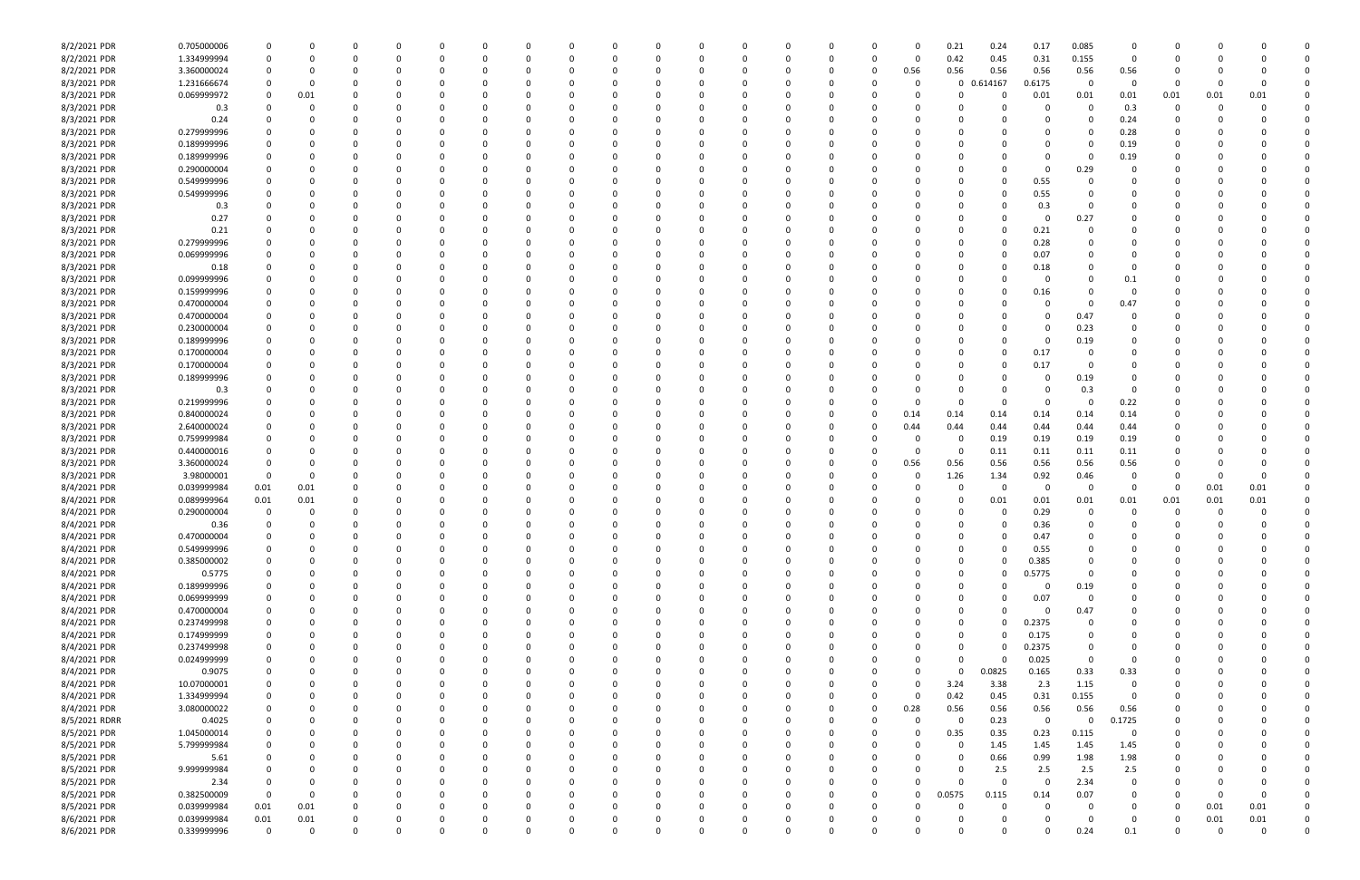| | | | | | | | | | | | | | | | | | | | | | | | | | | | | |
|---|---|---|---|---|---|---|---|---|---|---|---|---|---|---|---|---|---|---|---|---|---|---|---|---|---|---|---|---|
| 8/2/2021 PDR | 0.705000006 | 0 | 0 | 0 | 0 | 0 | 0 | 0 | 0 | 0 | 0 | 0 | 0 | 0 | 0 | 0 | 0 | 0 | 0.21 | 0.24 | 0.17 | 0.085 | 0 | 0 | 0 | 0 | 0 | 0 |
| 8/2/2021 PDR | 1.334999994 | 0 | 0 | 0 | 0 | 0 | 0 | 0 | 0 | 0 | 0 | 0 | 0 | 0 | 0 | 0 | 0 | 0 | 0.42 | 0.45 | 0.31 | 0.155 | 0 | 0 | 0 | 0 | 0 | 0 |
| 8/2/2021 PDR | 3.360000024 | 0 | 0 | 0 | 0 | 0 | 0 | 0 | 0 | 0 | 0 | 0 | 0 | 0 | 0 | 0 | 0 | 0.56 | 0.56 | 0.56 | 0.56 | 0.56 | 0.56 | 0 | 0 | 0 | 0 | 0 |
| 8/3/2021 PDR | 1.231666674 | 0 | 0 | 0 | 0 | 0 | 0 | 0 | 0 | 0 | 0 | 0 | 0 | 0 | 0 | 0 | 0 | 0 | 0 | 0.614167 | 0.6175 | 0 | 0 | 0 | 0 | 0 | 0 | 0 |
| 8/3/2021 PDR | 0.069999972 | 0 | 0.01 | 0 | 0 | 0 | 0 | 0 | 0 | 0 | 0 | 0 | 0 | 0 | 0 | 0 | 0 | 0 | 0 | 0 | 0.01 | 0.01 | 0.01 | 0.01 | 0.01 | 0.01 | 0 | 0 |
| 8/3/2021 PDR | 0.3 | 0 | 0 | 0 | 0 | 0 | 0 | 0 | 0 | 0 | 0 | 0 | 0 | 0 | 0 | 0 | 0 | 0 | 0 | 0 | 0 | 0 | 0.3 | 0 | 0 | 0 | 0 | 0 |
| 8/3/2021 PDR | 0.24 | 0 | 0 | 0 | 0 | 0 | 0 | 0 | 0 | 0 | 0 | 0 | 0 | 0 | 0 | 0 | 0 | 0 | 0 | 0 | 0 | 0 | 0.24 | 0 | 0 | 0 | 0 | 0 |
| 8/3/2021 PDR | 0.279999996 | 0 | 0 | 0 | 0 | 0 | 0 | 0 | 0 | 0 | 0 | 0 | 0 | 0 | 0 | 0 | 0 | 0 | 0 | 0 | 0 | 0 | 0.28 | 0 | 0 | 0 | 0 | 0 |
| 8/3/2021 PDR | 0.189999996 | 0 | 0 | 0 | 0 | 0 | 0 | 0 | 0 | 0 | 0 | 0 | 0 | 0 | 0 | 0 | 0 | 0 | 0 | 0 | 0 | 0 | 0.19 | 0 | 0 | 0 | 0 | 0 |
| 8/3/2021 PDR | 0.189999996 | 0 | 0 | 0 | 0 | 0 | 0 | 0 | 0 | 0 | 0 | 0 | 0 | 0 | 0 | 0 | 0 | 0 | 0 | 0 | 0 | 0 | 0.19 | 0 | 0 | 0 | 0 | 0 |
| 8/3/2021 PDR | 0.290000004 | 0 | 0 | 0 | 0 | 0 | 0 | 0 | 0 | 0 | 0 | 0 | 0 | 0 | 0 | 0 | 0 | 0 | 0 | 0 | 0 | 0.29 | 0 | 0 | 0 | 0 | 0 | 0 |
| 8/3/2021 PDR | 0.549999996 | 0 | 0 | 0 | 0 | 0 | 0 | 0 | 0 | 0 | 0 | 0 | 0 | 0 | 0 | 0 | 0 | 0 | 0 | 0 | 0.55 | 0 | 0 | 0 | 0 | 0 | 0 | 0 |
| 8/3/2021 PDR | 0.549999996 | 0 | 0 | 0 | 0 | 0 | 0 | 0 | 0 | 0 | 0 | 0 | 0 | 0 | 0 | 0 | 0 | 0 | 0 | 0 | 0.55 | 0 | 0 | 0 | 0 | 0 | 0 | 0 |
| 8/3/2021 PDR | 0.3 | 0 | 0 | 0 | 0 | 0 | 0 | 0 | 0 | 0 | 0 | 0 | 0 | 0 | 0 | 0 | 0 | 0 | 0 | 0 | 0.3 | 0 | 0 | 0 | 0 | 0 | 0 | 0 |
| 8/3/2021 PDR | 0.27 | 0 | 0 | 0 | 0 | 0 | 0 | 0 | 0 | 0 | 0 | 0 | 0 | 0 | 0 | 0 | 0 | 0 | 0 | 0 | 0 | 0.27 | 0 | 0 | 0 | 0 | 0 | 0 |
| 8/3/2021 PDR | 0.21 | 0 | 0 | 0 | 0 | 0 | 0 | 0 | 0 | 0 | 0 | 0 | 0 | 0 | 0 | 0 | 0 | 0 | 0 | 0 | 0.21 | 0 | 0 | 0 | 0 | 0 | 0 | 0 |
| 8/3/2021 PDR | 0.279999996 | 0 | 0 | 0 | 0 | 0 | 0 | 0 | 0 | 0 | 0 | 0 | 0 | 0 | 0 | 0 | 0 | 0 | 0 | 0 | 0.28 | 0 | 0 | 0 | 0 | 0 | 0 | 0 |
| 8/3/2021 PDR | 0.069999996 | 0 | 0 | 0 | 0 | 0 | 0 | 0 | 0 | 0 | 0 | 0 | 0 | 0 | 0 | 0 | 0 | 0 | 0 | 0 | 0.07 | 0 | 0 | 0 | 0 | 0 | 0 | 0 |
| 8/3/2021 PDR | 0.18 | 0 | 0 | 0 | 0 | 0 | 0 | 0 | 0 | 0 | 0 | 0 | 0 | 0 | 0 | 0 | 0 | 0 | 0 | 0 | 0.18 | 0 | 0 | 0 | 0 | 0 | 0 | 0 |
| 8/3/2021 PDR | 0.099999996 | 0 | 0 | 0 | 0 | 0 | 0 | 0 | 0 | 0 | 0 | 0 | 0 | 0 | 0 | 0 | 0 | 0 | 0 | 0 | 0 | 0 | 0.1 | 0 | 0 | 0 | 0 | 0 |
| 8/3/2021 PDR | 0.159999996 | 0 | 0 | 0 | 0 | 0 | 0 | 0 | 0 | 0 | 0 | 0 | 0 | 0 | 0 | 0 | 0 | 0 | 0 | 0 | 0.16 | 0 | 0 | 0 | 0 | 0 | 0 | 0 |
| 8/3/2021 PDR | 0.470000004 | 0 | 0 | 0 | 0 | 0 | 0 | 0 | 0 | 0 | 0 | 0 | 0 | 0 | 0 | 0 | 0 | 0 | 0 | 0 | 0 | 0 | 0.47 | 0 | 0 | 0 | 0 | 0 |
| 8/3/2021 PDR | 0.470000004 | 0 | 0 | 0 | 0 | 0 | 0 | 0 | 0 | 0 | 0 | 0 | 0 | 0 | 0 | 0 | 0 | 0 | 0 | 0 | 0 | 0.47 | 0 | 0 | 0 | 0 | 0 | 0 |
| 8/3/2021 PDR | 0.230000004 | 0 | 0 | 0 | 0 | 0 | 0 | 0 | 0 | 0 | 0 | 0 | 0 | 0 | 0 | 0 | 0 | 0 | 0 | 0 | 0 | 0.23 | 0 | 0 | 0 | 0 | 0 | 0 |
| 8/3/2021 PDR | 0.189999996 | 0 | 0 | 0 | 0 | 0 | 0 | 0 | 0 | 0 | 0 | 0 | 0 | 0 | 0 | 0 | 0 | 0 | 0 | 0 | 0 | 0.19 | 0 | 0 | 0 | 0 | 0 | 0 |
| 8/3/2021 PDR | 0.170000004 | 0 | 0 | 0 | 0 | 0 | 0 | 0 | 0 | 0 | 0 | 0 | 0 | 0 | 0 | 0 | 0 | 0 | 0 | 0 | 0.17 | 0 | 0 | 0 | 0 | 0 | 0 | 0 |
| 8/3/2021 PDR | 0.170000004 | 0 | 0 | 0 | 0 | 0 | 0 | 0 | 0 | 0 | 0 | 0 | 0 | 0 | 0 | 0 | 0 | 0 | 0 | 0 | 0.17 | 0 | 0 | 0 | 0 | 0 | 0 | 0 |
| 8/3/2021 PDR | 0.189999996 | 0 | 0 | 0 | 0 | 0 | 0 | 0 | 0 | 0 | 0 | 0 | 0 | 0 | 0 | 0 | 0 | 0 | 0 | 0 | 0 | 0.19 | 0 | 0 | 0 | 0 | 0 | 0 |
| 8/3/2021 PDR | 0.3 | 0 | 0 | 0 | 0 | 0 | 0 | 0 | 0 | 0 | 0 | 0 | 0 | 0 | 0 | 0 | 0 | 0 | 0 | 0 | 0 | 0.3 | 0 | 0 | 0 | 0 | 0 | 0 |
| 8/3/2021 PDR | 0.219999996 | 0 | 0 | 0 | 0 | 0 | 0 | 0 | 0 | 0 | 0 | 0 | 0 | 0 | 0 | 0 | 0 | 0 | 0 | 0 | 0 | 0 | 0.22 | 0 | 0 | 0 | 0 | 0 |
| 8/3/2021 PDR | 0.840000024 | 0 | 0 | 0 | 0 | 0 | 0 | 0 | 0 | 0 | 0 | 0 | 0 | 0 | 0 | 0 | 0 | 0.14 | 0.14 | 0.14 | 0.14 | 0.14 | 0.14 | 0 | 0 | 0 | 0 | 0 |
| 8/3/2021 PDR | 2.640000024 | 0 | 0 | 0 | 0 | 0 | 0 | 0 | 0 | 0 | 0 | 0 | 0 | 0 | 0 | 0 | 0 | 0.44 | 0.44 | 0.44 | 0.44 | 0.44 | 0.44 | 0 | 0 | 0 | 0 | 0 |
| 8/3/2021 PDR | 0.759999984 | 0 | 0 | 0 | 0 | 0 | 0 | 0 | 0 | 0 | 0 | 0 | 0 | 0 | 0 | 0 | 0 | 0 | 0 | 0.19 | 0.19 | 0.19 | 0.19 | 0 | 0 | 0 | 0 | 0 |
| 8/3/2021 PDR | 0.440000016 | 0 | 0 | 0 | 0 | 0 | 0 | 0 | 0 | 0 | 0 | 0 | 0 | 0 | 0 | 0 | 0 | 0 | 0 | 0.11 | 0.11 | 0.11 | 0.11 | 0 | 0 | 0 | 0 | 0 |
| 8/3/2021 PDR | 3.360000024 | 0 | 0 | 0 | 0 | 0 | 0 | 0 | 0 | 0 | 0 | 0 | 0 | 0 | 0 | 0 | 0 | 0.56 | 0.56 | 0.56 | 0.56 | 0.56 | 0.56 | 0 | 0 | 0 | 0 | 0 |
| 8/3/2021 PDR | 3.98000001 | 0 | 0 | 0 | 0 | 0 | 0 | 0 | 0 | 0 | 0 | 0 | 0 | 0 | 0 | 0 | 0 | 0 | 1.26 | 1.34 | 0.92 | 0.46 | 0 | 0 | 0 | 0 | 0 | 0 |
| 8/4/2021 PDR | 0.039999984 | 0.01 | 0.01 | 0 | 0 | 0 | 0 | 0 | 0 | 0 | 0 | 0 | 0 | 0 | 0 | 0 | 0 | 0 | 0 | 0 | 0 | 0 | 0 | 0 | 0.01 | 0.01 | 0 | 0 |
| 8/4/2021 PDR | 0.089999964 | 0.01 | 0.01 | 0 | 0 | 0 | 0 | 0 | 0 | 0 | 0 | 0 | 0 | 0 | 0 | 0 | 0 | 0 | 0 | 0.01 | 0.01 | 0.01 | 0.01 | 0.01 | 0.01 | 0.01 | 0 | 0 |
| 8/4/2021 PDR | 0.290000004 | 0 | 0 | 0 | 0 | 0 | 0 | 0 | 0 | 0 | 0 | 0 | 0 | 0 | 0 | 0 | 0 | 0 | 0 | 0 | 0.29 | 0 | 0 | 0 | 0 | 0 | 0 | 0 |
| 8/4/2021 PDR | 0.36 | 0 | 0 | 0 | 0 | 0 | 0 | 0 | 0 | 0 | 0 | 0 | 0 | 0 | 0 | 0 | 0 | 0 | 0 | 0 | 0.36 | 0 | 0 | 0 | 0 | 0 | 0 | 0 |
| 8/4/2021 PDR | 0.470000004 | 0 | 0 | 0 | 0 | 0 | 0 | 0 | 0 | 0 | 0 | 0 | 0 | 0 | 0 | 0 | 0 | 0 | 0 | 0 | 0.47 | 0 | 0 | 0 | 0 | 0 | 0 | 0 |
| 8/4/2021 PDR | 0.549999996 | 0 | 0 | 0 | 0 | 0 | 0 | 0 | 0 | 0 | 0 | 0 | 0 | 0 | 0 | 0 | 0 | 0 | 0 | 0 | 0.55 | 0 | 0 | 0 | 0 | 0 | 0 | 0 |
| 8/4/2021 PDR | 0.385000002 | 0 | 0 | 0 | 0 | 0 | 0 | 0 | 0 | 0 | 0 | 0 | 0 | 0 | 0 | 0 | 0 | 0 | 0 | 0 | 0.385 | 0 | 0 | 0 | 0 | 0 | 0 | 0 |
| 8/4/2021 PDR | 0.5775 | 0 | 0 | 0 | 0 | 0 | 0 | 0 | 0 | 0 | 0 | 0 | 0 | 0 | 0 | 0 | 0 | 0 | 0 | 0 | 0.5775 | 0 | 0 | 0 | 0 | 0 | 0 | 0 |
| 8/4/2021 PDR | 0.189999996 | 0 | 0 | 0 | 0 | 0 | 0 | 0 | 0 | 0 | 0 | 0 | 0 | 0 | 0 | 0 | 0 | 0 | 0 | 0 | 0 | 0.19 | 0 | 0 | 0 | 0 | 0 | 0 |
| 8/4/2021 PDR | 0.069999999 | 0 | 0 | 0 | 0 | 0 | 0 | 0 | 0 | 0 | 0 | 0 | 0 | 0 | 0 | 0 | 0 | 0 | 0 | 0 | 0.07 | 0 | 0 | 0 | 0 | 0 | 0 | 0 |
| 8/4/2021 PDR | 0.470000004 | 0 | 0 | 0 | 0 | 0 | 0 | 0 | 0 | 0 | 0 | 0 | 0 | 0 | 0 | 0 | 0 | 0 | 0 | 0 | 0 | 0.47 | 0 | 0 | 0 | 0 | 0 | 0 |
| 8/4/2021 PDR | 0.237499998 | 0 | 0 | 0 | 0 | 0 | 0 | 0 | 0 | 0 | 0 | 0 | 0 | 0 | 0 | 0 | 0 | 0 | 0 | 0 | 0.2375 | 0 | 0 | 0 | 0 | 0 | 0 | 0 |
| 8/4/2021 PDR | 0.174999999 | 0 | 0 | 0 | 0 | 0 | 0 | 0 | 0 | 0 | 0 | 0 | 0 | 0 | 0 | 0 | 0 | 0 | 0 | 0 | 0.175 | 0 | 0 | 0 | 0 | 0 | 0 | 0 |
| 8/4/2021 PDR | 0.237499998 | 0 | 0 | 0 | 0 | 0 | 0 | 0 | 0 | 0 | 0 | 0 | 0 | 0 | 0 | 0 | 0 | 0 | 0 | 0 | 0.2375 | 0 | 0 | 0 | 0 | 0 | 0 | 0 |
| 8/4/2021 PDR | 0.024999999 | 0 | 0 | 0 | 0 | 0 | 0 | 0 | 0 | 0 | 0 | 0 | 0 | 0 | 0 | 0 | 0 | 0 | 0 | 0 | 0.025 | 0 | 0 | 0 | 0 | 0 | 0 | 0 |
| 8/4/2021 PDR | 0.9075 | 0 | 0 | 0 | 0 | 0 | 0 | 0 | 0 | 0 | 0 | 0 | 0 | 0 | 0 | 0 | 0 | 0 | 0 | 0.0825 | 0.165 | 0.33 | 0.33 | 0 | 0 | 0 | 0 | 0 |
| 8/4/2021 PDR | 10.07000001 | 0 | 0 | 0 | 0 | 0 | 0 | 0 | 0 | 0 | 0 | 0 | 0 | 0 | 0 | 0 | 0 | 0 | 3.24 | 3.38 | 2.3 | 1.15 | 0 | 0 | 0 | 0 | 0 | 0 |
| 8/4/2021 PDR | 1.334999994 | 0 | 0 | 0 | 0 | 0 | 0 | 0 | 0 | 0 | 0 | 0 | 0 | 0 | 0 | 0 | 0 | 0 | 0.42 | 0.45 | 0.31 | 0.155 | 0 | 0 | 0 | 0 | 0 | 0 |
| 8/4/2021 PDR | 3.080000022 | 0 | 0 | 0 | 0 | 0 | 0 | 0 | 0 | 0 | 0 | 0 | 0 | 0 | 0 | 0 | 0 | 0.28 | 0.56 | 0.56 | 0.56 | 0.56 | 0.56 | 0 | 0 | 0 | 0 | 0 |
| 8/5/2021 RDRR | 0.4025 | 0 | 0 | 0 | 0 | 0 | 0 | 0 | 0 | 0 | 0 | 0 | 0 | 0 | 0 | 0 | 0 | 0 | 0 | 0.23 | 0 | 0 | 0.1725 | 0 | 0 | 0 | 0 | 0 |
| 8/5/2021 PDR | 1.045000014 | 0 | 0 | 0 | 0 | 0 | 0 | 0 | 0 | 0 | 0 | 0 | 0 | 0 | 0 | 0 | 0 | 0 | 0.35 | 0.35 | 0.23 | 0.115 | 0 | 0 | 0 | 0 | 0 | 0 |
| 8/5/2021 PDR | 5.799999984 | 0 | 0 | 0 | 0 | 0 | 0 | 0 | 0 | 0 | 0 | 0 | 0 | 0 | 0 | 0 | 0 | 0 | 0 | 1.45 | 1.45 | 1.45 | 1.45 | 0 | 0 | 0 | 0 | 0 |
| 8/5/2021 PDR | 5.61 | 0 | 0 | 0 | 0 | 0 | 0 | 0 | 0 | 0 | 0 | 0 | 0 | 0 | 0 | 0 | 0 | 0 | 0 | 0.66 | 0.99 | 1.98 | 1.98 | 0 | 0 | 0 | 0 | 0 |
| 8/5/2021 PDR | 9.999999984 | 0 | 0 | 0 | 0 | 0 | 0 | 0 | 0 | 0 | 0 | 0 | 0 | 0 | 0 | 0 | 0 | 0 | 0 | 2.5 | 2.5 | 2.5 | 2.5 | 0 | 0 | 0 | 0 | 0 |
| 8/5/2021 PDR | 2.34 | 0 | 0 | 0 | 0 | 0 | 0 | 0 | 0 | 0 | 0 | 0 | 0 | 0 | 0 | 0 | 0 | 0 | 0 | 0 | 0 | 2.34 | 0 | 0 | 0 | 0 | 0 | 0 |
| 8/5/2021 PDR | 0.382500009 | 0 | 0 | 0 | 0 | 0 | 0 | 0 | 0 | 0 | 0 | 0 | 0 | 0 | 0 | 0 | 0 | 0 | 0.0575 | 0.115 | 0.14 | 0.07 | 0 | 0 | 0 | 0 | 0 | 0 |
| 8/5/2021 PDR | 0.039999984 | 0.01 | 0.01 | 0 | 0 | 0 | 0 | 0 | 0 | 0 | 0 | 0 | 0 | 0 | 0 | 0 | 0 | 0 | 0 | 0 | 0 | 0 | 0 | 0 | 0.01 | 0.01 | 0 | 0 |
| 8/6/2021 PDR | 0.039999984 | 0.01 | 0.01 | 0 | 0 | 0 | 0 | 0 | 0 | 0 | 0 | 0 | 0 | 0 | 0 | 0 | 0 | 0 | 0 | 0 | 0 | 0 | 0 | 0 | 0.01 | 0.01 | 0 | 0 |
| 8/6/2021 PDR | 0.339999996 | 0 | 0 | 0 | 0 | 0 | 0 | 0 | 0 | 0 | 0 | 0 | 0 | 0 | 0 | 0 | 0 | 0 | 0 | 0 | 0 | 0.24 | 0.1 | 0 | 0 | 0 | 0 | 0 |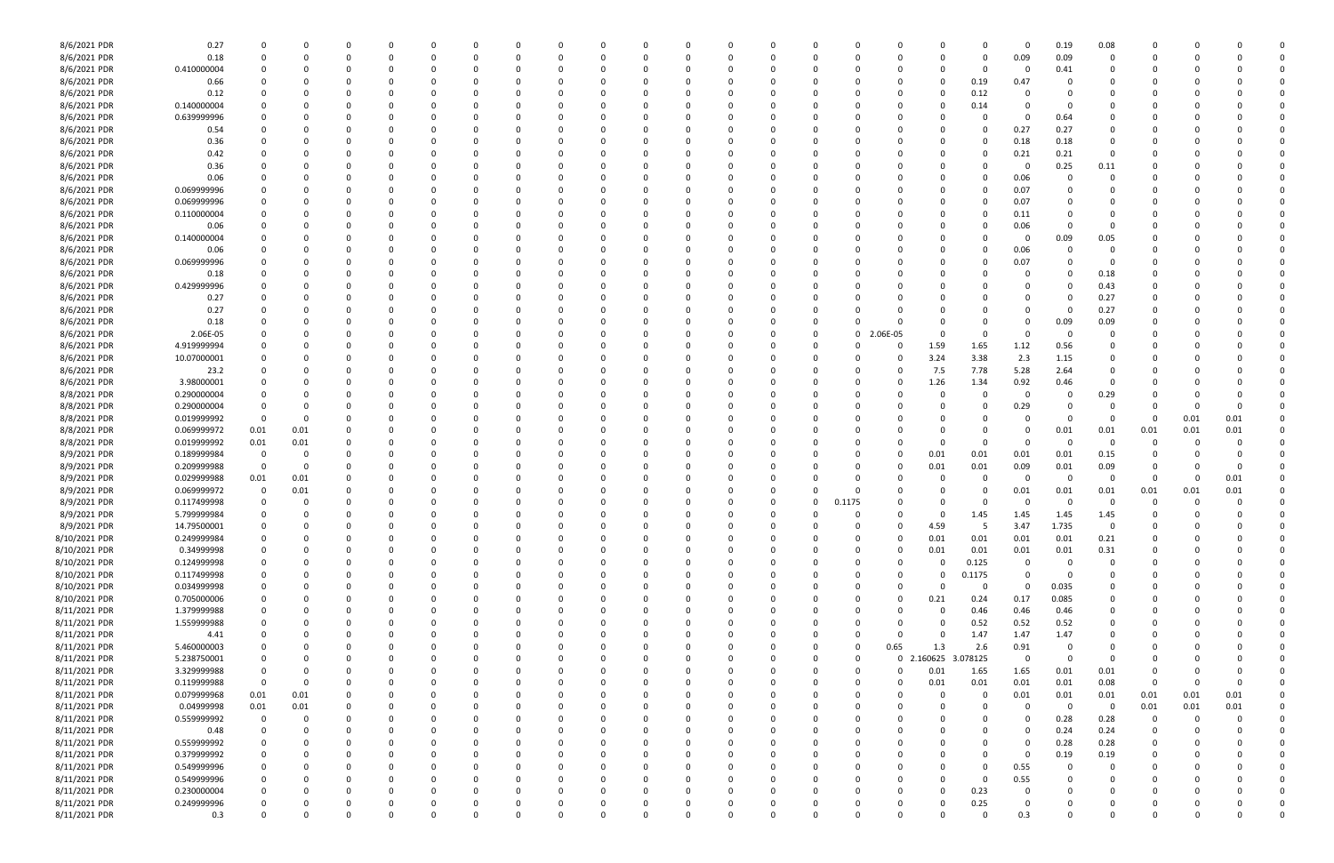| | | | | | | | | | | | | | | | | | | | | | | | | | | | | | | | |
|---|---|---|---|---|---|---|---|---|---|---|---|---|---|---|---|---|---|---|---|---|---|---|---|---|---|---|---|---|---|---|---|
| 8/6/2021 PDR | 0.27 | 0 | 0 | 0 | 0 | 0 | 0 | 0 | 0 | 0 | 0 | 0 | 0 | 0 | 0 | 0 | 0 | 0 | 0 | 0 | 0 | 0 | 0 | 0 | 0 | 0.19 | 0.08 | 0 | 0 | 0 | 0 |
| 8/6/2021 PDR | 0.18 | 0 | 0 | 0 | 0 | 0 | 0 | 0 | 0 | 0 | 0 | 0 | 0 | 0 | 0 | 0 | 0 | 0 | 0 | 0 | 0 | 0 | 0 | 0 | 0.09 | 0.09 | 0 | 0 | 0 | 0 | 0 |
| 8/6/2021 PDR | 0.410000004 | 0 | 0 | 0 | 0 | 0 | 0 | 0 | 0 | 0 | 0 | 0 | 0 | 0 | 0 | 0 | 0 | 0 | 0 | 0 | 0 | 0 | 0 | 0 | 0 | 0.41 | 0 | 0 | 0 | 0 | 0 |
| 8/6/2021 PDR | 0.66 | 0 | 0 | 0 | 0 | 0 | 0 | 0 | 0 | 0 | 0 | 0 | 0 | 0 | 0 | 0 | 0 | 0 | 0 | 0 | 0 | 0 | 0 | 0.19 | 0.47 | 0 | 0 | 0 | 0 | 0 | 0 |
| 8/6/2021 PDR | 0.12 | 0 | 0 | 0 | 0 | 0 | 0 | 0 | 0 | 0 | 0 | 0 | 0 | 0 | 0 | 0 | 0 | 0 | 0 | 0 | 0 | 0 | 0 | 0.12 | 0 | 0 | 0 | 0 | 0 | 0 | 0 |
| 8/6/2021 PDR | 0.140000004 | 0 | 0 | 0 | 0 | 0 | 0 | 0 | 0 | 0 | 0 | 0 | 0 | 0 | 0 | 0 | 0 | 0 | 0 | 0 | 0 | 0 | 0 | 0.14 | 0 | 0 | 0 | 0 | 0 | 0 | 0 |
| 8/6/2021 PDR | 0.639999996 | 0 | 0 | 0 | 0 | 0 | 0 | 0 | 0 | 0 | 0 | 0 | 0 | 0 | 0 | 0 | 0 | 0 | 0 | 0 | 0 | 0 | 0 | 0 | 0 | 0.64 | 0 | 0 | 0 | 0 | 0 |
| 8/6/2021 PDR | 0.54 | 0 | 0 | 0 | 0 | 0 | 0 | 0 | 0 | 0 | 0 | 0 | 0 | 0 | 0 | 0 | 0 | 0 | 0 | 0 | 0 | 0 | 0 | 0 | 0.27 | 0.27 | 0 | 0 | 0 | 0 | 0 |
| 8/6/2021 PDR | 0.36 | 0 | 0 | 0 | 0 | 0 | 0 | 0 | 0 | 0 | 0 | 0 | 0 | 0 | 0 | 0 | 0 | 0 | 0 | 0 | 0 | 0 | 0 | 0 | 0.18 | 0.18 | 0 | 0 | 0 | 0 | 0 |
| 8/6/2021 PDR | 0.42 | 0 | 0 | 0 | 0 | 0 | 0 | 0 | 0 | 0 | 0 | 0 | 0 | 0 | 0 | 0 | 0 | 0 | 0 | 0 | 0 | 0 | 0 | 0 | 0.21 | 0.21 | 0 | 0 | 0 | 0 | 0 |
| 8/6/2021 PDR | 0.36 | 0 | 0 | 0 | 0 | 0 | 0 | 0 | 0 | 0 | 0 | 0 | 0 | 0 | 0 | 0 | 0 | 0 | 0 | 0 | 0 | 0 | 0 | 0 | 0 | 0.25 | 0.11 | 0 | 0 | 0 | 0 |
| 8/6/2021 PDR | 0.06 | 0 | 0 | 0 | 0 | 0 | 0 | 0 | 0 | 0 | 0 | 0 | 0 | 0 | 0 | 0 | 0 | 0 | 0 | 0 | 0 | 0 | 0 | 0 | 0.06 | 0 | 0 | 0 | 0 | 0 | 0 |
| 8/6/2021 PDR | 0.069999996 | 0 | 0 | 0 | 0 | 0 | 0 | 0 | 0 | 0 | 0 | 0 | 0 | 0 | 0 | 0 | 0 | 0 | 0 | 0 | 0 | 0 | 0 | 0 | 0.07 | 0 | 0 | 0 | 0 | 0 | 0 |
| 8/6/2021 PDR | 0.069999996 | 0 | 0 | 0 | 0 | 0 | 0 | 0 | 0 | 0 | 0 | 0 | 0 | 0 | 0 | 0 | 0 | 0 | 0 | 0 | 0 | 0 | 0 | 0 | 0.07 | 0 | 0 | 0 | 0 | 0 | 0 |
| 8/6/2021 PDR | 0.110000004 | 0 | 0 | 0 | 0 | 0 | 0 | 0 | 0 | 0 | 0 | 0 | 0 | 0 | 0 | 0 | 0 | 0 | 0 | 0 | 0 | 0 | 0 | 0 | 0.11 | 0 | 0 | 0 | 0 | 0 | 0 |
| 8/6/2021 PDR | 0.06 | 0 | 0 | 0 | 0 | 0 | 0 | 0 | 0 | 0 | 0 | 0 | 0 | 0 | 0 | 0 | 0 | 0 | 0 | 0 | 0 | 0 | 0 | 0 | 0.06 | 0 | 0 | 0 | 0 | 0 | 0 |
| 8/6/2021 PDR | 0.140000004 | 0 | 0 | 0 | 0 | 0 | 0 | 0 | 0 | 0 | 0 | 0 | 0 | 0 | 0 | 0 | 0 | 0 | 0 | 0 | 0 | 0 | 0 | 0 | 0 | 0.09 | 0.05 | 0 | 0 | 0 | 0 |
| 8/6/2021 PDR | 0.06 | 0 | 0 | 0 | 0 | 0 | 0 | 0 | 0 | 0 | 0 | 0 | 0 | 0 | 0 | 0 | 0 | 0 | 0 | 0 | 0 | 0 | 0 | 0 | 0.06 | 0 | 0 | 0 | 0 | 0 | 0 |
| 8/6/2021 PDR | 0.069999996 | 0 | 0 | 0 | 0 | 0 | 0 | 0 | 0 | 0 | 0 | 0 | 0 | 0 | 0 | 0 | 0 | 0 | 0 | 0 | 0 | 0 | 0 | 0 | 0.07 | 0 | 0 | 0 | 0 | 0 | 0 |
| 8/6/2021 PDR | 0.18 | 0 | 0 | 0 | 0 | 0 | 0 | 0 | 0 | 0 | 0 | 0 | 0 | 0 | 0 | 0 | 0 | 0 | 0 | 0 | 0 | 0 | 0 | 0 | 0 | 0 | 0.18 | 0 | 0 | 0 | 0 |
| 8/6/2021 PDR | 0.429999996 | 0 | 0 | 0 | 0 | 0 | 0 | 0 | 0 | 0 | 0 | 0 | 0 | 0 | 0 | 0 | 0 | 0 | 0 | 0 | 0 | 0 | 0 | 0 | 0 | 0 | 0.43 | 0 | 0 | 0 | 0 |
| 8/6/2021 PDR | 0.27 | 0 | 0 | 0 | 0 | 0 | 0 | 0 | 0 | 0 | 0 | 0 | 0 | 0 | 0 | 0 | 0 | 0 | 0 | 0 | 0 | 0 | 0 | 0 | 0 | 0 | 0.27 | 0 | 0 | 0 | 0 |
| 8/6/2021 PDR | 0.27 | 0 | 0 | 0 | 0 | 0 | 0 | 0 | 0 | 0 | 0 | 0 | 0 | 0 | 0 | 0 | 0 | 0 | 0 | 0 | 0 | 0 | 0 | 0 | 0 | 0 | 0.27 | 0 | 0 | 0 | 0 |
| 8/6/2021 PDR | 0.18 | 0 | 0 | 0 | 0 | 0 | 0 | 0 | 0 | 0 | 0 | 0 | 0 | 0 | 0 | 0 | 0 | 0 | 0 | 0 | 0 | 0 | 0 | 0 | 0 | 0.09 | 0.09 | 0 | 0 | 0 | 0 |
| 8/6/2021 PDR | 2.06E-05 | 0 | 0 | 0 | 0 | 0 | 0 | 0 | 0 | 0 | 0 | 0 | 0 | 0 | 0 | 0 | 0 | 0 | 0 | 0 | 0 | 2.06E-05 | 0 | 0 | 0 | 0 | 0 | 0 | 0 | 0 | 0 |
| 8/6/2021 PDR | 4.919999994 | 0 | 0 | 0 | 0 | 0 | 0 | 0 | 0 | 0 | 0 | 0 | 0 | 0 | 0 | 0 | 0 | 0 | 0 | 0 | 0 | 0 | 1.59 | 1.65 | 1.12 | 0.56 | 0 | 0 | 0 | 0 | 0 |
| 8/6/2021 PDR | 10.07000001 | 0 | 0 | 0 | 0 | 0 | 0 | 0 | 0 | 0 | 0 | 0 | 0 | 0 | 0 | 0 | 0 | 0 | 0 | 0 | 0 | 0 | 3.24 | 3.38 | 2.3 | 1.15 | 0 | 0 | 0 | 0 | 0 |
| 8/6/2021 PDR | 23.2 | 0 | 0 | 0 | 0 | 0 | 0 | 0 | 0 | 0 | 0 | 0 | 0 | 0 | 0 | 0 | 0 | 0 | 0 | 0 | 0 | 0 | 7.5 | 7.78 | 5.28 | 2.64 | 0 | 0 | 0 | 0 | 0 |
| 8/6/2021 PDR | 3.98000001 | 0 | 0 | 0 | 0 | 0 | 0 | 0 | 0 | 0 | 0 | 0 | 0 | 0 | 0 | 0 | 0 | 0 | 0 | 0 | 0 | 0 | 1.26 | 1.34 | 0.92 | 0.46 | 0 | 0 | 0 | 0 | 0 |
| 8/8/2021 PDR | 0.290000004 | 0 | 0 | 0 | 0 | 0 | 0 | 0 | 0 | 0 | 0 | 0 | 0 | 0 | 0 | 0 | 0 | 0 | 0 | 0 | 0 | 0 | 0 | 0 | 0 | 0 | 0.29 | 0 | 0 | 0 | 0 |
| 8/8/2021 PDR | 0.290000004 | 0 | 0 | 0 | 0 | 0 | 0 | 0 | 0 | 0 | 0 | 0 | 0 | 0 | 0 | 0 | 0 | 0 | 0 | 0 | 0 | 0 | 0 | 0 | 0.29 | 0 | 0 | 0 | 0 | 0 | 0 |
| 8/8/2021 PDR | 0.019999992 | 0 | 0 | 0 | 0 | 0 | 0 | 0 | 0 | 0 | 0 | 0 | 0 | 0 | 0 | 0 | 0 | 0 | 0 | 0 | 0 | 0 | 0 | 0 | 0 | 0 | 0 | 0 | 0.01 | 0.01 | 0 |
| 8/8/2021 PDR | 0.069999972 | 0.01 | 0.01 | 0 | 0 | 0 | 0 | 0 | 0 | 0 | 0 | 0 | 0 | 0 | 0 | 0 | 0 | 0 | 0 | 0 | 0 | 0 | 0 | 0 | 0 | 0.01 | 0.01 | 0.01 | 0.01 | 0.01 | 0 |
| 8/8/2021 PDR | 0.019999992 | 0.01 | 0.01 | 0 | 0 | 0 | 0 | 0 | 0 | 0 | 0 | 0 | 0 | 0 | 0 | 0 | 0 | 0 | 0 | 0 | 0 | 0 | 0 | 0 | 0 | 0 | 0 | 0 | 0 | 0 | 0 |
| 8/9/2021 PDR | 0.189999984 | 0 | 0 | 0 | 0 | 0 | 0 | 0 | 0 | 0 | 0 | 0 | 0 | 0 | 0 | 0 | 0 | 0 | 0 | 0 | 0 | 0 | 0.01 | 0.01 | 0.01 | 0.01 | 0.15 | 0 | 0 | 0 | 0 |
| 8/9/2021 PDR | 0.209999988 | 0 | 0 | 0 | 0 | 0 | 0 | 0 | 0 | 0 | 0 | 0 | 0 | 0 | 0 | 0 | 0 | 0 | 0 | 0 | 0 | 0 | 0.01 | 0.01 | 0.09 | 0.01 | 0.09 | 0 | 0 | 0 | 0 |
| 8/9/2021 PDR | 0.029999988 | 0.01 | 0.01 | 0 | 0 | 0 | 0 | 0 | 0 | 0 | 0 | 0 | 0 | 0 | 0 | 0 | 0 | 0 | 0 | 0 | 0 | 0 | 0 | 0 | 0 | 0 | 0 | 0 | 0 | 0.01 | 0 |
| 8/9/2021 PDR | 0.069999972 | 0 | 0.01 | 0 | 0 | 0 | 0 | 0 | 0 | 0 | 0 | 0 | 0 | 0 | 0 | 0 | 0 | 0 | 0 | 0 | 0 | 0 | 0 | 0 | 0.01 | 0.01 | 0.01 | 0.01 | 0.01 | 0.01 | 0 |
| 8/9/2021 PDR | 0.117499998 | 0 | 0 | 0 | 0 | 0 | 0 | 0 | 0 | 0 | 0 | 0 | 0 | 0 | 0 | 0 | 0 | 0 | 0 | 0 | 0.1175 | 0 | 0 | 0 | 0 | 0 | 0 | 0 | 0 | 0 | 0 |
| 8/9/2021 PDR | 5.799999984 | 0 | 0 | 0 | 0 | 0 | 0 | 0 | 0 | 0 | 0 | 0 | 0 | 0 | 0 | 0 | 0 | 0 | 0 | 0 | 0 | 0 | 0 | 1.45 | 1.45 | 1.45 | 1.45 | 0 | 0 | 0 | 0 |
| 8/9/2021 PDR | 14.79500001 | 0 | 0 | 0 | 0 | 0 | 0 | 0 | 0 | 0 | 0 | 0 | 0 | 0 | 0 | 0 | 0 | 0 | 0 | 0 | 0 | 0 | 4.59 | 5 | 3.47 | 1.735 | 0 | 0 | 0 | 0 | 0 |
| 8/10/2021 PDR | 0.249999984 | 0 | 0 | 0 | 0 | 0 | 0 | 0 | 0 | 0 | 0 | 0 | 0 | 0 | 0 | 0 | 0 | 0 | 0 | 0 | 0 | 0 | 0.01 | 0.01 | 0.01 | 0.01 | 0.21 | 0 | 0 | 0 | 0 |
| 8/10/2021 PDR | 0.34999998 | 0 | 0 | 0 | 0 | 0 | 0 | 0 | 0 | 0 | 0 | 0 | 0 | 0 | 0 | 0 | 0 | 0 | 0 | 0 | 0 | 0 | 0.01 | 0.01 | 0.01 | 0.01 | 0.31 | 0 | 0 | 0 | 0 |
| 8/10/2021 PDR | 0.124999998 | 0 | 0 | 0 | 0 | 0 | 0 | 0 | 0 | 0 | 0 | 0 | 0 | 0 | 0 | 0 | 0 | 0 | 0 | 0 | 0 | 0 | 0 | 0.125 | 0 | 0 | 0 | 0 | 0 | 0 | 0 |
| 8/10/2021 PDR | 0.117499998 | 0 | 0 | 0 | 0 | 0 | 0 | 0 | 0 | 0 | 0 | 0 | 0 | 0 | 0 | 0 | 0 | 0 | 0 | 0 | 0 | 0 | 0 | 0.1175 | 0 | 0 | 0 | 0 | 0 | 0 | 0 |
| 8/10/2021 PDR | 0.034999998 | 0 | 0 | 0 | 0 | 0 | 0 | 0 | 0 | 0 | 0 | 0 | 0 | 0 | 0 | 0 | 0 | 0 | 0 | 0 | 0 | 0 | 0 | 0 | 0 | 0.035 | 0 | 0 | 0 | 0 | 0 |
| 8/10/2021 PDR | 0.705000006 | 0 | 0 | 0 | 0 | 0 | 0 | 0 | 0 | 0 | 0 | 0 | 0 | 0 | 0 | 0 | 0 | 0 | 0 | 0 | 0 | 0 | 0.21 | 0.24 | 0.17 | 0.085 | 0 | 0 | 0 | 0 | 0 |
| 8/11/2021 PDR | 1.379999988 | 0 | 0 | 0 | 0 | 0 | 0 | 0 | 0 | 0 | 0 | 0 | 0 | 0 | 0 | 0 | 0 | 0 | 0 | 0 | 0 | 0 | 0 | 0.46 | 0.46 | 0.46 | 0 | 0 | 0 | 0 | 0 |
| 8/11/2021 PDR | 1.559999988 | 0 | 0 | 0 | 0 | 0 | 0 | 0 | 0 | 0 | 0 | 0 | 0 | 0 | 0 | 0 | 0 | 0 | 0 | 0 | 0 | 0 | 0 | 0.52 | 0.52 | 0.52 | 0 | 0 | 0 | 0 | 0 |
| 8/11/2021 PDR | 4.41 | 0 | 0 | 0 | 0 | 0 | 0 | 0 | 0 | 0 | 0 | 0 | 0 | 0 | 0 | 0 | 0 | 0 | 0 | 0 | 0 | 0 | 0 | 1.47 | 1.47 | 1.47 | 0 | 0 | 0 | 0 | 0 |
| 8/11/2021 PDR | 5.460000003 | 0 | 0 | 0 | 0 | 0 | 0 | 0 | 0 | 0 | 0 | 0 | 0 | 0 | 0 | 0 | 0 | 0 | 0 | 0 | 0 | 0.65 | 1.3 | 2.6 | 0.91 | 0 | 0 | 0 | 0 | 0 | 0 |
| 8/11/2021 PDR | 5.238750001 | 0 | 0 | 0 | 0 | 0 | 0 | 0 | 0 | 0 | 0 | 0 | 0 | 0 | 0 | 0 | 0 | 0 | 0 | 0 | 0 | 0 | 2.160625 | 3.078125 | 0 | 0 | 0 | 0 | 0 | 0 | 0 |
| 8/11/2021 PDR | 3.329999988 | 0 | 0 | 0 | 0 | 0 | 0 | 0 | 0 | 0 | 0 | 0 | 0 | 0 | 0 | 0 | 0 | 0 | 0 | 0 | 0 | 0 | 0.01 | 1.65 | 1.65 | 0.01 | 0.01 | 0 | 0 | 0 | 0 |
| 8/11/2021 PDR | 0.119999988 | 0 | 0 | 0 | 0 | 0 | 0 | 0 | 0 | 0 | 0 | 0 | 0 | 0 | 0 | 0 | 0 | 0 | 0 | 0 | 0 | 0 | 0.01 | 0.01 | 0.01 | 0.01 | 0.08 | 0 | 0 | 0 | 0 |
| 8/11/2021 PDR | 0.079999968 | 0.01 | 0.01 | 0 | 0 | 0 | 0 | 0 | 0 | 0 | 0 | 0 | 0 | 0 | 0 | 0 | 0 | 0 | 0 | 0 | 0 | 0 | 0 | 0 | 0.01 | 0.01 | 0.01 | 0.01 | 0.01 | 0.01 | 0 |
| 8/11/2021 PDR | 0.04999998 | 0.01 | 0.01 | 0 | 0 | 0 | 0 | 0 | 0 | 0 | 0 | 0 | 0 | 0 | 0 | 0 | 0 | 0 | 0 | 0 | 0 | 0 | 0 | 0 | 0 | 0 | 0 | 0.01 | 0.01 | 0.01 | 0 |
| 8/11/2021 PDR | 0.559999992 | 0 | 0 | 0 | 0 | 0 | 0 | 0 | 0 | 0 | 0 | 0 | 0 | 0 | 0 | 0 | 0 | 0 | 0 | 0 | 0 | 0 | 0 | 0 | 0 | 0.28 | 0.28 | 0 | 0 | 0 | 0 |
| 8/11/2021 PDR | 0.48 | 0 | 0 | 0 | 0 | 0 | 0 | 0 | 0 | 0 | 0 | 0 | 0 | 0 | 0 | 0 | 0 | 0 | 0 | 0 | 0 | 0 | 0 | 0 | 0 | 0.24 | 0.24 | 0 | 0 | 0 | 0 |
| 8/11/2021 PDR | 0.559999992 | 0 | 0 | 0 | 0 | 0 | 0 | 0 | 0 | 0 | 0 | 0 | 0 | 0 | 0 | 0 | 0 | 0 | 0 | 0 | 0 | 0 | 0 | 0 | 0 | 0.28 | 0.28 | 0 | 0 | 0 | 0 |
| 8/11/2021 PDR | 0.379999992 | 0 | 0 | 0 | 0 | 0 | 0 | 0 | 0 | 0 | 0 | 0 | 0 | 0 | 0 | 0 | 0 | 0 | 0 | 0 | 0 | 0 | 0 | 0 | 0 | 0.19 | 0.19 | 0 | 0 | 0 | 0 |
| 8/11/2021 PDR | 0.549999996 | 0 | 0 | 0 | 0 | 0 | 0 | 0 | 0 | 0 | 0 | 0 | 0 | 0 | 0 | 0 | 0 | 0 | 0 | 0 | 0 | 0 | 0 | 0 | 0.55 | 0 | 0 | 0 | 0 | 0 | 0 |
| 8/11/2021 PDR | 0.549999996 | 0 | 0 | 0 | 0 | 0 | 0 | 0 | 0 | 0 | 0 | 0 | 0 | 0 | 0 | 0 | 0 | 0 | 0 | 0 | 0 | 0 | 0 | 0 | 0.55 | 0 | 0 | 0 | 0 | 0 | 0 |
| 8/11/2021 PDR | 0.230000004 | 0 | 0 | 0 | 0 | 0 | 0 | 0 | 0 | 0 | 0 | 0 | 0 | 0 | 0 | 0 | 0 | 0 | 0 | 0 | 0 | 0 | 0 | 0.23 | 0 | 0 | 0 | 0 | 0 | 0 | 0 |
| 8/11/2021 PDR | 0.249999996 | 0 | 0 | 0 | 0 | 0 | 0 | 0 | 0 | 0 | 0 | 0 | 0 | 0 | 0 | 0 | 0 | 0 | 0 | 0 | 0 | 0 | 0 | 0.25 | 0 | 0 | 0 | 0 | 0 | 0 | 0 |
| 8/11/2021 PDR | 0.3 | 0 | 0 | 0 | 0 | 0 | 0 | 0 | 0 | 0 | 0 | 0 | 0 | 0 | 0 | 0 | 0 | 0 | 0 | 0 | 0 | 0 | 0 | 0 | 0.3 | 0 | 0 | 0 | 0 | 0 | 0 |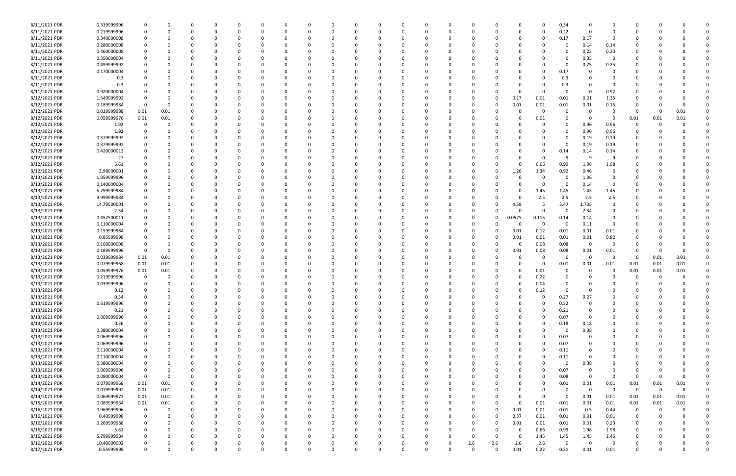| | | | | | | | | | | | | | | | | | | | | | | | | | | |
|---|---|---|---|---|---|---|---|---|---|---|---|---|---|---|---|---|---|---|---|---|---|---|---|---|---|---|
| 8/11/2021 PDR | 0.339999996 | 0 | 0 | 0 | 0 | 0 | 0 | 0 | 0 | 0 | 0 | 0 | 0 | 0 | 0 | 0 | 0 | 0 | 0 | 0.34 | 0 | 0 | 0 | 0 | 0 | 0 |
| 8/11/2021 PDR | 0.219999996 | 0 | 0 | 0 | 0 | 0 | 0 | 0 | 0 | 0 | 0 | 0 | 0 | 0 | 0 | 0 | 0 | 0 | 0 | 0.22 | 0 | 0 | 0 | 0 | 0 | 0 |
| 8/11/2021 PDR | 0.340000008 | 0 | 0 | 0 | 0 | 0 | 0 | 0 | 0 | 0 | 0 | 0 | 0 | 0 | 0 | 0 | 0 | 0 | 0 | 0.17 | 0.17 | 0 | 0 | 0 | 0 | 0 |
| 8/11/2021 PDR | 0.280000008 | 0 | 0 | 0 | 0 | 0 | 0 | 0 | 0 | 0 | 0 | 0 | 0 | 0 | 0 | 0 | 0 | 0 | 0 | 0 | 0.14 | 0.14 | 0 | 0 | 0 | 0 |
| 8/11/2021 PDR | 0.460000008 | 0 | 0 | 0 | 0 | 0 | 0 | 0 | 0 | 0 | 0 | 0 | 0 | 0 | 0 | 0 | 0 | 0 | 0 | 0 | 0.23 | 0.23 | 0 | 0 | 0 | 0 |
| 8/11/2021 PDR | 0.350000004 | 0 | 0 | 0 | 0 | 0 | 0 | 0 | 0 | 0 | 0 | 0 | 0 | 0 | 0 | 0 | 0 | 0 | 0 | 0 | 0.35 | 0 | 0 | 0 | 0 | 0 |
| 8/11/2021 PDR | 0.499999992 | 0 | 0 | 0 | 0 | 0 | 0 | 0 | 0 | 0 | 0 | 0 | 0 | 0 | 0 | 0 | 0 | 0 | 0 | 0 | 0.25 | 0.25 | 0 | 0 | 0 | 0 |
| 8/11/2021 PDR | 0.170000004 | 0 | 0 | 0 | 0 | 0 | 0 | 0 | 0 | 0 | 0 | 0 | 0 | 0 | 0 | 0 | 0 | 0 | 0 | 0.17 | 0 | 0 | 0 | 0 | 0 | 0 |
| 8/11/2021 PDR | 0.3 | 0 | 0 | 0 | 0 | 0 | 0 | 0 | 0 | 0 | 0 | 0 | 0 | 0 | 0 | 0 | 0 | 0 | 0 | 0.3 | 0 | 0 | 0 | 0 | 0 | 0 |
| 8/11/2021 PDR | 0.3 | 0 | 0 | 0 | 0 | 0 | 0 | 0 | 0 | 0 | 0 | 0 | 0 | 0 | 0 | 0 | 0 | 0 | 0 | 0.3 | 0 | 0 | 0 | 0 | 0 | 0 |
| 8/11/2021 PDR | 0.920000004 | 0 | 0 | 0 | 0 | 0 | 0 | 0 | 0 | 0 | 0 | 0 | 0 | 0 | 0 | 0 | 0 | 0 | 0 | 0 | 0 | 0.92 | 0 | 0 | 0 | 0 |
| 8/12/2021 PDR | 1.549999992 | 0 | 0 | 0 | 0 | 0 | 0 | 0 | 0 | 0 | 0 | 0 | 0 | 0 | 0 | 0 | 0 | 0.17 | 0.01 | 0.01 | 0.01 | 1.35 | 0 | 0 | 0 | 0 |
| 8/12/2021 PDR | 0.189999984 | 0 | 0 | 0 | 0 | 0 | 0 | 0 | 0 | 0 | 0 | 0 | 0 | 0 | 0 | 0 | 0 | 0.01 | 0.01 | 0.01 | 0.01 | 0.15 | 0 | 0 | 0 | 0 |
| 8/12/2021 PDR | 0.029999988 | 0.01 | 0.01 | 0 | 0 | 0 | 0 | 0 | 0 | 0 | 0 | 0 | 0 | 0 | 0 | 0 | 0 | 0 | 0 | 0 | 0 | 0 | 0 | 0 | 0.01 | 0 |
| 8/12/2021 PDR | 0.059999976 | 0.01 | 0.01 | 0 | 0 | 0 | 0 | 0 | 0 | 0 | 0 | 0 | 0 | 0 | 0 | 0 | 0 | 0 | 0.01 | 0 | 0 | 0 | 0.01 | 0.01 | 0.01 | 0 |
| 8/12/2021 PDR | 1.92 | 0 | 0 | 0 | 0 | 0 | 0 | 0 | 0 | 0 | 0 | 0 | 0 | 0 | 0 | 0 | 0 | 0 | 0 | 0 | 0.96 | 0.96 | 0 | 0 | 0 | 0 |
| 8/12/2021 PDR | 1.92 | 0 | 0 | 0 | 0 | 0 | 0 | 0 | 0 | 0 | 0 | 0 | 0 | 0 | 0 | 0 | 0 | 0 | 0 | 0 | 0.96 | 0.96 | 0 | 0 | 0 | 0 |
| 8/12/2021 PDR | 0.379999992 | 0 | 0 | 0 | 0 | 0 | 0 | 0 | 0 | 0 | 0 | 0 | 0 | 0 | 0 | 0 | 0 | 0 | 0 | 0 | 0.19 | 0.19 | 0 | 0 | 0 | 0 |
| 8/12/2021 PDR | 0.379999992 | 0 | 0 | 0 | 0 | 0 | 0 | 0 | 0 | 0 | 0 | 0 | 0 | 0 | 0 | 0 | 0 | 0 | 0 | 0 | 0.19 | 0.19 | 0 | 0 | 0 | 0 |
| 8/12/2021 PDR | 0.420000012 | 0 | 0 | 0 | 0 | 0 | 0 | 0 | 0 | 0 | 0 | 0 | 0 | 0 | 0 | 0 | 0 | 0 | 0 | 0.14 | 0.14 | 0.14 | 0 | 0 | 0 | 0 |
| 8/12/2021 PDR | 27 | 0 | 0 | 0 | 0 | 0 | 0 | 0 | 0 | 0 | 0 | 0 | 0 | 0 | 0 | 0 | 0 | 0 | 0 | 9 | 9 | 9 | 0 | 0 | 0 | 0 |
| 8/12/2021 PDR | 5.61 | 0 | 0 | 0 | 0 | 0 | 0 | 0 | 0 | 0 | 0 | 0 | 0 | 0 | 0 | 0 | 0 | 0 | 0.66 | 0.99 | 1.98 | 1.98 | 0 | 0 | 0 | 0 |
| 8/12/2021 PDR | 3.98000001 | 0 | 0 | 0 | 0 | 0 | 0 | 0 | 0 | 0 | 0 | 0 | 0 | 0 | 0 | 0 | 0 | 1.26 | 1.34 | 0.92 | 0.46 | 0 | 0 | 0 | 0 | 0 |
| 8/13/2021 PDR | 1.059999996 | 0 | 0 | 0 | 0 | 0 | 0 | 0 | 0 | 0 | 0 | 0 | 0 | 0 | 0 | 0 | 0 | 0 | 0 | 0 | 1.06 | 0 | 0 | 0 | 0 | 0 |
| 8/13/2021 PDR | 0.140000004 | 0 | 0 | 0 | 0 | 0 | 0 | 0 | 0 | 0 | 0 | 0 | 0 | 0 | 0 | 0 | 0 | 0 | 0 | 0 | 0.14 | 0 | 0 | 0 | 0 | 0 |
| 8/13/2021 PDR | 5.799999984 | 0 | 0 | 0 | 0 | 0 | 0 | 0 | 0 | 0 | 0 | 0 | 0 | 0 | 0 | 0 | 0 | 0 | 1.45 | 1.45 | 1.45 | 1.45 | 0 | 0 | 0 | 0 |
| 8/13/2021 PDR | 9.999999984 | 0 | 0 | 0 | 0 | 0 | 0 | 0 | 0 | 0 | 0 | 0 | 0 | 0 | 0 | 0 | 0 | 0 | 2.5 | 2.5 | 2.5 | 2.5 | 0 | 0 | 0 | 0 |
| 8/13/2021 PDR | 14.79500001 | 0 | 0 | 0 | 0 | 0 | 0 | 0 | 0 | 0 | 0 | 0 | 0 | 0 | 0 | 0 | 0 | 4.59 | 5 | 3.47 | 1.735 | 0 | 0 | 0 | 0 | 0 |
| 8/13/2021 PDR | 2.34 | 0 | 0 | 0 | 0 | 0 | 0 | 0 | 0 | 0 | 0 | 0 | 0 | 0 | 0 | 0 | 0 | 0 | 0 | 0 | 2.34 | 0 | 0 | 0 | 0 | 0 |
| 8/13/2021 PDR | 0.452500011 | 0 | 0 | 0 | 0 | 0 | 0 | 0 | 0 | 0 | 0 | 0 | 0 | 0 | 0 | 0 | 0 | 0.0575 | 0.115 | 0.14 | 0.14 | 0 | 0 | 0 | 0 | 0 |
| 8/13/2021 PDR | 0.110000004 | 0 | 0 | 0 | 0 | 0 | 0 | 0 | 0 | 0 | 0 | 0 | 0 | 0 | 0 | 0 | 0 | 0 | 0 | 0 | 0.11 | 0 | 0 | 0 | 0 | 0 |
| 8/13/2021 PDR | 0.159999984 | 0 | 0 | 0 | 0 | 0 | 0 | 0 | 0 | 0 | 0 | 0 | 0 | 0 | 0 | 0 | 0 | 0.01 | 0.12 | 0.01 | 0.01 | 0.01 | 0 | 0 | 0 | 0 |
| 8/13/2021 PDR | 0.85999998 | 0 | 0 | 0 | 0 | 0 | 0 | 0 | 0 | 0 | 0 | 0 | 0 | 0 | 0 | 0 | 0 | 0.01 | 0.01 | 0.01 | 0.01 | 0.82 | 0 | 0 | 0 | 0 |
| 8/13/2021 PDR | 0.160000008 | 0 | 0 | 0 | 0 | 0 | 0 | 0 | 0 | 0 | 0 | 0 | 0 | 0 | 0 | 0 | 0 | 0 | 0.08 | 0.08 | 0 | 0 | 0 | 0 | 0 | 0 |
| 8/13/2021 PDR | 0.189999996 | 0 | 0 | 0 | 0 | 0 | 0 | 0 | 0 | 0 | 0 | 0 | 0 | 0 | 0 | 0 | 0 | 0.01 | 0.08 | 0.08 | 0.01 | 0.01 | 0 | 0 | 0 | 0 |
| 8/13/2021 PDR | 0.039999984 | 0.01 | 0.01 | 0 | 0 | 0 | 0 | 0 | 0 | 0 | 0 | 0 | 0 | 0 | 0 | 0 | 0 | 0 | 0 | 0 | 0 | 0 | 0 | 0.01 | 0.01 | 0 |
| 8/13/2021 PDR | 0.079999968 | 0.01 | 0.01 | 0 | 0 | 0 | 0 | 0 | 0 | 0 | 0 | 0 | 0 | 0 | 0 | 0 | 0 | 0 | 0 | 0.01 | 0.01 | 0.01 | 0.01 | 0.01 | 0.01 | 0 |
| 8/13/2021 PDR | 0.059999976 | 0.01 | 0.01 | 0 | 0 | 0 | 0 | 0 | 0 | 0 | 0 | 0 | 0 | 0 | 0 | 0 | 0 | 0 | 0.01 | 0 | 0 | 0 | 0.01 | 0.01 | 0.01 | 0 |
| 8/13/2021 PDR | 0.219999996 | 0 | 0 | 0 | 0 | 0 | 0 | 0 | 0 | 0 | 0 | 0 | 0 | 0 | 0 | 0 | 0 | 0 | 0.22 | 0 | 0 | 0 | 0 | 0 | 0 | 0 |
| 8/13/2021 PDR | 0.039999996 | 0 | 0 | 0 | 0 | 0 | 0 | 0 | 0 | 0 | 0 | 0 | 0 | 0 | 0 | 0 | 0 | 0 | 0.04 | 0 | 0 | 0 | 0 | 0 | 0 | 0 |
| 8/13/2021 PDR | 0.12 | 0 | 0 | 0 | 0 | 0 | 0 | 0 | 0 | 0 | 0 | 0 | 0 | 0 | 0 | 0 | 0 | 0 | 0.12 | 0 | 0 | 0 | 0 | 0 | 0 | 0 |
| 8/13/2021 PDR | 0.54 | 0 | 0 | 0 | 0 | 0 | 0 | 0 | 0 | 0 | 0 | 0 | 0 | 0 | 0 | 0 | 0 | 0 | 0 | 0.27 | 0.27 | 0 | 0 | 0 | 0 | 0 |
| 8/13/2021 PDR | 0.519999996 | 0 | 0 | 0 | 0 | 0 | 0 | 0 | 0 | 0 | 0 | 0 | 0 | 0 | 0 | 0 | 0 | 0 | 0 | 0.52 | 0 | 0 | 0 | 0 | 0 | 0 |
| 8/13/2021 PDR | 0.21 | 0 | 0 | 0 | 0 | 0 | 0 | 0 | 0 | 0 | 0 | 0 | 0 | 0 | 0 | 0 | 0 | 0 | 0 | 0.21 | 0 | 0 | 0 | 0 | 0 | 0 |
| 8/13/2021 PDR | 0.069999996 | 0 | 0 | 0 | 0 | 0 | 0 | 0 | 0 | 0 | 0 | 0 | 0 | 0 | 0 | 0 | 0 | 0 | 0 | 0.07 | 0 | 0 | 0 | 0 | 0 | 0 |
| 8/13/2021 PDR | 0.36 | 0 | 0 | 0 | 0 | 0 | 0 | 0 | 0 | 0 | 0 | 0 | 0 | 0 | 0 | 0 | 0 | 0 | 0 | 0.18 | 0.18 | 0 | 0 | 0 | 0 | 0 |
| 8/13/2021 PDR | 0.380000004 | 0 | 0 | 0 | 0 | 0 | 0 | 0 | 0 | 0 | 0 | 0 | 0 | 0 | 0 | 0 | 0 | 0 | 0 | 0 | 0.38 | 0 | 0 | 0 | 0 | 0 |
| 8/13/2021 PDR | 0.069999996 | 0 | 0 | 0 | 0 | 0 | 0 | 0 | 0 | 0 | 0 | 0 | 0 | 0 | 0 | 0 | 0 | 0 | 0 | 0.07 | 0 | 0 | 0 | 0 | 0 | 0 |
| 8/13/2021 PDR | 0.069999996 | 0 | 0 | 0 | 0 | 0 | 0 | 0 | 0 | 0 | 0 | 0 | 0 | 0 | 0 | 0 | 0 | 0 | 0 | 0.07 | 0 | 0 | 0 | 0 | 0 | 0 |
| 8/13/2021 PDR | 0.110000004 | 0 | 0 | 0 | 0 | 0 | 0 | 0 | 0 | 0 | 0 | 0 | 0 | 0 | 0 | 0 | 0 | 0 | 0 | 0.11 | 0 | 0 | 0 | 0 | 0 | 0 |
| 8/13/2021 PDR | 0.110000004 | 0 | 0 | 0 | 0 | 0 | 0 | 0 | 0 | 0 | 0 | 0 | 0 | 0 | 0 | 0 | 0 | 0 | 0 | 0.11 | 0 | 0 | 0 | 0 | 0 | 0 |
| 8/13/2021 PDR | 0.380000004 | 0 | 0 | 0 | 0 | 0 | 0 | 0 | 0 | 0 | 0 | 0 | 0 | 0 | 0 | 0 | 0 | 0 | 0 | 0 | 0.38 | 0 | 0 | 0 | 0 | 0 |
| 8/13/2021 PDR | 0.069999996 | 0 | 0 | 0 | 0 | 0 | 0 | 0 | 0 | 0 | 0 | 0 | 0 | 0 | 0 | 0 | 0 | 0 | 0 | 0.07 | 0 | 0 | 0 | 0 | 0 | 0 |
| 8/13/2021 PDR | 0.080000004 | 0 | 0 | 0 | 0 | 0 | 0 | 0 | 0 | 0 | 0 | 0 | 0 | 0 | 0 | 0 | 0 | 0 | 0 | 0.08 | 0 | 0 | 0 | 0 | 0 | 0 |
| 8/14/2021 PDR | 0.079999968 | 0.01 | 0.01 | 0 | 0 | 0 | 0 | 0 | 0 | 0 | 0 | 0 | 0 | 0 | 0 | 0 | 0 | 0 | 0 | 0.01 | 0.01 | 0.01 | 0.01 | 0.01 | 0.01 | 0 |
| 8/14/2021 PDR | 0.019999992 | 0.01 | 0.01 | 0 | 0 | 0 | 0 | 0 | 0 | 0 | 0 | 0 | 0 | 0 | 0 | 0 | 0 | 0 | 0 | 0 | 0 | 0 | 0 | 0 | 0 | 0 |
| 8/14/2021 PDR | 0.069999972 | 0.01 | 0.01 | 0 | 0 | 0 | 0 | 0 | 0 | 0 | 0 | 0 | 0 | 0 | 0 | 0 | 0 | 0 | 0 | 0 | 0.01 | 0.01 | 0.01 | 0.01 | 0.01 | 0 |
| 8/15/2021 PDR | 0.089999964 | 0.01 | 0.01 | 0 | 0 | 0 | 0 | 0 | 0 | 0 | 0 | 0 | 0 | 0 | 0 | 0 | 0 | 0 | 0.01 | 0.01 | 0.01 | 0.01 | 0.01 | 0.01 | 0.01 | 0 |
| 8/16/2021 PDR | 0.969999996 | 0 | 0 | 0 | 0 | 0 | 0 | 0 | 0 | 0 | 0 | 0 | 0 | 0 | 0 | 0 | 0 | 0.01 | 0.01 | 0.01 | 0.5 | 0.44 | 0 | 0 | 0 | 0 |
| 8/16/2021 PDR | 0.40999998 | 0 | 0 | 0 | 0 | 0 | 0 | 0 | 0 | 0 | 0 | 0 | 0 | 0 | 0 | 0 | 0 | 0.37 | 0.01 | 0.01 | 0.01 | 0.01 | 0 | 0 | 0 | 0 |
| 8/16/2021 PDR | 0.269999988 | 0 | 0 | 0 | 0 | 0 | 0 | 0 | 0 | 0 | 0 | 0 | 0 | 0 | 0 | 0 | 0 | 0.01 | 0.01 | 0.01 | 0.01 | 0.23 | 0 | 0 | 0 | 0 |
| 8/16/2021 PDR | 5.61 | 0 | 0 | 0 | 0 | 0 | 0 | 0 | 0 | 0 | 0 | 0 | 0 | 0 | 0 | 0 | 0 | 0 | 0.66 | 0.99 | 1.98 | 1.98 | 0 | 0 | 0 | 0 |
| 8/16/2021 PDR | 5.799999984 | 0 | 0 | 0 | 0 | 0 | 0 | 0 | 0 | 0 | 0 | 0 | 0 | 0 | 0 | 0 | 0 | 0 | 1.45 | 1.45 | 1.45 | 1.45 | 0 | 0 | 0 | 0 |
| 8/16/2021 PDR | 10.40000002 | 0 | 0 | 0 | 0 | 0 | 0 | 0 | 0 | 0 | 0 | 0 | 0 | 0 | 0 | 2.6 | 2.6 | 2.6 | 2.6 | 0 | 0 | 0 | 0 | 0 | 0 | 0 |
| 8/17/2021 PDR | 0.55999998 | 0 | 0 | 0 | 0 | 0 | 0 | 0 | 0 | 0 | 0 | 0 | 0 | 0 | 0 | 0 | 0 | 0.01 | 0.22 | 0.31 | 0.01 | 0.01 | 0 | 0 | 0 | 0 |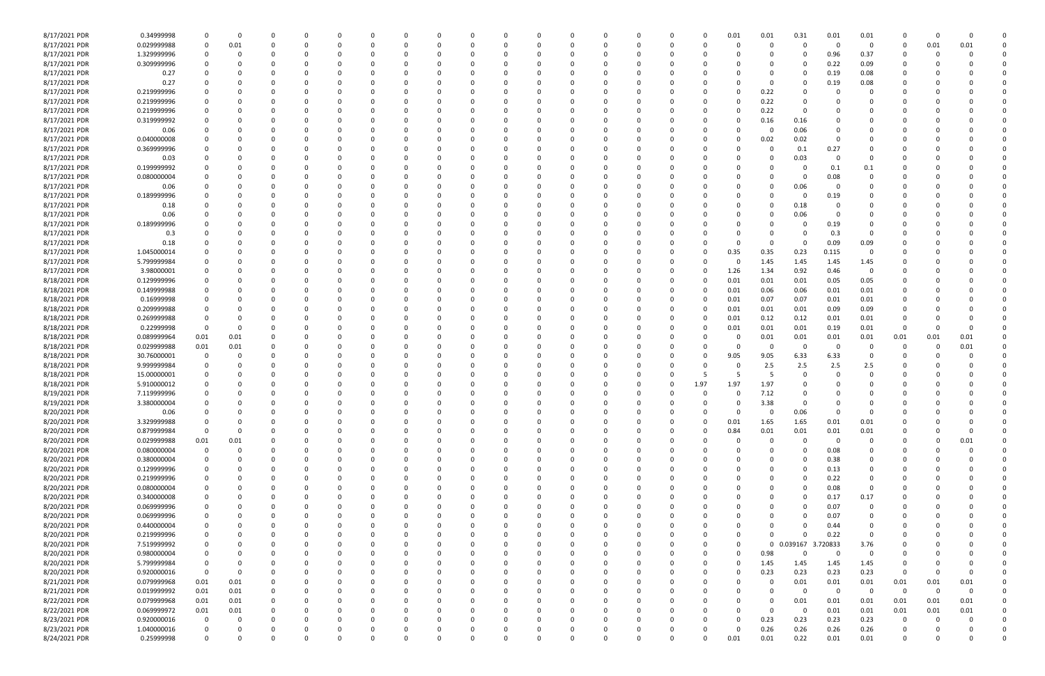| | | | | | | | | | | | | | | | | | | | | | | | | | | | | | | | | |
|---|---|---|---|---|---|---|---|---|---|---|---|---|---|---|---|---|---|---|---|---|---|---|---|---|---|---|---|---|---|---|---|---|
| 8/17/2021 PDR | 0.34999998 | 0 | 0 | 0 | 0 | 0 | 0 | 0 | 0 | 0 | 0 | 0 | 0 | 0 | 0 | 0 | 0 | 0 | 0 | 0 | 0 | 0 | 0 | 0.01 | 0.01 | 0.31 | 0.01 | 0.01 | 0 | 0 | 0 | 0 |
| 8/17/2021 PDR | 0.029999988 | 0 | 0.01 | 0 | 0 | 0 | 0 | 0 | 0 | 0 | 0 | 0 | 0 | 0 | 0 | 0 | 0 | 0 | 0 | 0 | 0 | 0 | 0 | 0 | 0 | 0 | 0 | 0 | 0 | 0.01 | 0.01 | 0 |
| 8/17/2021 PDR | 1.329999996 | 0 | 0 | 0 | 0 | 0 | 0 | 0 | 0 | 0 | 0 | 0 | 0 | 0 | 0 | 0 | 0 | 0 | 0 | 0 | 0 | 0 | 0 | 0 | 0 | 0 | 0.96 | 0.37 | 0 | 0 | 0 | 0 |
| 8/17/2021 PDR | 0.309999996 | 0 | 0 | 0 | 0 | 0 | 0 | 0 | 0 | 0 | 0 | 0 | 0 | 0 | 0 | 0 | 0 | 0 | 0 | 0 | 0 | 0 | 0 | 0 | 0 | 0 | 0.22 | 0.09 | 0 | 0 | 0 | 0 |
| 8/17/2021 PDR | 0.27 | 0 | 0 | 0 | 0 | 0 | 0 | 0 | 0 | 0 | 0 | 0 | 0 | 0 | 0 | 0 | 0 | 0 | 0 | 0 | 0 | 0 | 0 | 0 | 0 | 0 | 0.19 | 0.08 | 0 | 0 | 0 | 0 |
| 8/17/2021 PDR | 0.27 | 0 | 0 | 0 | 0 | 0 | 0 | 0 | 0 | 0 | 0 | 0 | 0 | 0 | 0 | 0 | 0 | 0 | 0 | 0 | 0 | 0 | 0 | 0 | 0 | 0 | 0.19 | 0.08 | 0 | 0 | 0 | 0 |
| 8/17/2021 PDR | 0.219999996 | 0 | 0 | 0 | 0 | 0 | 0 | 0 | 0 | 0 | 0 | 0 | 0 | 0 | 0 | 0 | 0 | 0 | 0 | 0 | 0 | 0 | 0 | 0 | 0.22 | 0 | 0 | 0 | 0 | 0 | 0 | 0 |
| 8/17/2021 PDR | 0.219999996 | 0 | 0 | 0 | 0 | 0 | 0 | 0 | 0 | 0 | 0 | 0 | 0 | 0 | 0 | 0 | 0 | 0 | 0 | 0 | 0 | 0 | 0 | 0 | 0.22 | 0 | 0 | 0 | 0 | 0 | 0 | 0 |
| 8/17/2021 PDR | 0.219999996 | 0 | 0 | 0 | 0 | 0 | 0 | 0 | 0 | 0 | 0 | 0 | 0 | 0 | 0 | 0 | 0 | 0 | 0 | 0 | 0 | 0 | 0 | 0 | 0.22 | 0 | 0 | 0 | 0 | 0 | 0 | 0 |
| 8/17/2021 PDR | 0.319999992 | 0 | 0 | 0 | 0 | 0 | 0 | 0 | 0 | 0 | 0 | 0 | 0 | 0 | 0 | 0 | 0 | 0 | 0 | 0 | 0 | 0 | 0 | 0 | 0.16 | 0.16 | 0 | 0 | 0 | 0 | 0 | 0 |
| 8/17/2021 PDR | 0.06 | 0 | 0 | 0 | 0 | 0 | 0 | 0 | 0 | 0 | 0 | 0 | 0 | 0 | 0 | 0 | 0 | 0 | 0 | 0 | 0 | 0 | 0 | 0 | 0 | 0.06 | 0 | 0 | 0 | 0 | 0 | 0 |
| 8/17/2021 PDR | 0.040000008 | 0 | 0 | 0 | 0 | 0 | 0 | 0 | 0 | 0 | 0 | 0 | 0 | 0 | 0 | 0 | 0 | 0 | 0 | 0 | 0 | 0 | 0 | 0 | 0.02 | 0.02 | 0 | 0 | 0 | 0 | 0 | 0 |
| 8/17/2021 PDR | 0.369999996 | 0 | 0 | 0 | 0 | 0 | 0 | 0 | 0 | 0 | 0 | 0 | 0 | 0 | 0 | 0 | 0 | 0 | 0 | 0 | 0 | 0 | 0 | 0 | 0 | 0.1 | 0.27 | 0 | 0 | 0 | 0 | 0 |
| 8/17/2021 PDR | 0.03 | 0 | 0 | 0 | 0 | 0 | 0 | 0 | 0 | 0 | 0 | 0 | 0 | 0 | 0 | 0 | 0 | 0 | 0 | 0 | 0 | 0 | 0 | 0 | 0 | 0.03 | 0 | 0 | 0 | 0 | 0 | 0 |
| 8/17/2021 PDR | 0.199999992 | 0 | 0 | 0 | 0 | 0 | 0 | 0 | 0 | 0 | 0 | 0 | 0 | 0 | 0 | 0 | 0 | 0 | 0 | 0 | 0 | 0 | 0 | 0 | 0 | 0 | 0.1 | 0.1 | 0 | 0 | 0 | 0 |
| 8/17/2021 PDR | 0.080000004 | 0 | 0 | 0 | 0 | 0 | 0 | 0 | 0 | 0 | 0 | 0 | 0 | 0 | 0 | 0 | 0 | 0 | 0 | 0 | 0 | 0 | 0 | 0 | 0 | 0 | 0.08 | 0 | 0 | 0 | 0 | 0 |
| 8/17/2021 PDR | 0.06 | 0 | 0 | 0 | 0 | 0 | 0 | 0 | 0 | 0 | 0 | 0 | 0 | 0 | 0 | 0 | 0 | 0 | 0 | 0 | 0 | 0 | 0 | 0 | 0 | 0.06 | 0 | 0 | 0 | 0 | 0 | 0 |
| 8/17/2021 PDR | 0.189999996 | 0 | 0 | 0 | 0 | 0 | 0 | 0 | 0 | 0 | 0 | 0 | 0 | 0 | 0 | 0 | 0 | 0 | 0 | 0 | 0 | 0 | 0 | 0 | 0 | 0 | 0.19 | 0 | 0 | 0 | 0 | 0 |
| 8/17/2021 PDR | 0.18 | 0 | 0 | 0 | 0 | 0 | 0 | 0 | 0 | 0 | 0 | 0 | 0 | 0 | 0 | 0 | 0 | 0 | 0 | 0 | 0 | 0 | 0 | 0 | 0 | 0.18 | 0 | 0 | 0 | 0 | 0 | 0 |
| 8/17/2021 PDR | 0.06 | 0 | 0 | 0 | 0 | 0 | 0 | 0 | 0 | 0 | 0 | 0 | 0 | 0 | 0 | 0 | 0 | 0 | 0 | 0 | 0 | 0 | 0 | 0 | 0 | 0.06 | 0 | 0 | 0 | 0 | 0 | 0 |
| 8/17/2021 PDR | 0.189999996 | 0 | 0 | 0 | 0 | 0 | 0 | 0 | 0 | 0 | 0 | 0 | 0 | 0 | 0 | 0 | 0 | 0 | 0 | 0 | 0 | 0 | 0 | 0 | 0 | 0 | 0.19 | 0 | 0 | 0 | 0 | 0 |
| 8/17/2021 PDR | 0.3 | 0 | 0 | 0 | 0 | 0 | 0 | 0 | 0 | 0 | 0 | 0 | 0 | 0 | 0 | 0 | 0 | 0 | 0 | 0 | 0 | 0 | 0 | 0 | 0 | 0 | 0.3 | 0 | 0 | 0 | 0 | 0 |
| 8/17/2021 PDR | 0.18 | 0 | 0 | 0 | 0 | 0 | 0 | 0 | 0 | 0 | 0 | 0 | 0 | 0 | 0 | 0 | 0 | 0 | 0 | 0 | 0 | 0 | 0 | 0 | 0 | 0 | 0.09 | 0.09 | 0 | 0 | 0 | 0 |
| 8/17/2021 PDR | 1.045000014 | 0 | 0 | 0 | 0 | 0 | 0 | 0 | 0 | 0 | 0 | 0 | 0 | 0 | 0 | 0 | 0 | 0 | 0 | 0 | 0 | 0 | 0 | 0.35 | 0.35 | 0.23 | 0.115 | 0 | 0 | 0 | 0 | 0 |
| 8/17/2021 PDR | 5.799999984 | 0 | 0 | 0 | 0 | 0 | 0 | 0 | 0 | 0 | 0 | 0 | 0 | 0 | 0 | 0 | 0 | 0 | 0 | 0 | 0 | 0 | 0 | 0 | 1.45 | 1.45 | 1.45 | 1.45 | 0 | 0 | 0 | 0 |
| 8/17/2021 PDR | 3.98000001 | 0 | 0 | 0 | 0 | 0 | 0 | 0 | 0 | 0 | 0 | 0 | 0 | 0 | 0 | 0 | 0 | 0 | 0 | 0 | 0 | 0 | 0 | 1.26 | 1.34 | 0.92 | 0.46 | 0 | 0 | 0 | 0 | 0 |
| 8/18/2021 PDR | 0.129999996 | 0 | 0 | 0 | 0 | 0 | 0 | 0 | 0 | 0 | 0 | 0 | 0 | 0 | 0 | 0 | 0 | 0 | 0 | 0 | 0 | 0 | 0 | 0.01 | 0.01 | 0.01 | 0.05 | 0.05 | 0 | 0 | 0 | 0 |
| 8/18/2021 PDR | 0.149999988 | 0 | 0 | 0 | 0 | 0 | 0 | 0 | 0 | 0 | 0 | 0 | 0 | 0 | 0 | 0 | 0 | 0 | 0 | 0 | 0 | 0 | 0 | 0.01 | 0.06 | 0.06 | 0.01 | 0.01 | 0 | 0 | 0 | 0 |
| 8/18/2021 PDR | 0.16999998 | 0 | 0 | 0 | 0 | 0 | 0 | 0 | 0 | 0 | 0 | 0 | 0 | 0 | 0 | 0 | 0 | 0 | 0 | 0 | 0 | 0 | 0 | 0.01 | 0.07 | 0.07 | 0.01 | 0.01 | 0 | 0 | 0 | 0 |
| 8/18/2021 PDR | 0.209999988 | 0 | 0 | 0 | 0 | 0 | 0 | 0 | 0 | 0 | 0 | 0 | 0 | 0 | 0 | 0 | 0 | 0 | 0 | 0 | 0 | 0 | 0 | 0.01 | 0.01 | 0.01 | 0.09 | 0.09 | 0 | 0 | 0 | 0 |
| 8/18/2021 PDR | 0.269999988 | 0 | 0 | 0 | 0 | 0 | 0 | 0 | 0 | 0 | 0 | 0 | 0 | 0 | 0 | 0 | 0 | 0 | 0 | 0 | 0 | 0 | 0 | 0.01 | 0.12 | 0.12 | 0.01 | 0.01 | 0 | 0 | 0 | 0 |
| 8/18/2021 PDR | 0.22999998 | 0 | 0 | 0 | 0 | 0 | 0 | 0 | 0 | 0 | 0 | 0 | 0 | 0 | 0 | 0 | 0 | 0 | 0 | 0 | 0 | 0 | 0 | 0.01 | 0.01 | 0.01 | 0.19 | 0.01 | 0 | 0 | 0 | 0 |
| 8/18/2021 PDR | 0.089999964 | 0.01 | 0.01 | 0 | 0 | 0 | 0 | 0 | 0 | 0 | 0 | 0 | 0 | 0 | 0 | 0 | 0 | 0 | 0 | 0 | 0 | 0 | 0 | 0 | 0.01 | 0.01 | 0.01 | 0.01 | 0.01 | 0.01 | 0.01 | 0 |
| 8/18/2021 PDR | 0.029999988 | 0.01 | 0.01 | 0 | 0 | 0 | 0 | 0 | 0 | 0 | 0 | 0 | 0 | 0 | 0 | 0 | 0 | 0 | 0 | 0 | 0 | 0 | 0 | 0 | 0 | 0 | 0 | 0 | 0 | 0 | 0.01 | 0 |
| 8/18/2021 PDR | 30.76000001 | 0 | 0 | 0 | 0 | 0 | 0 | 0 | 0 | 0 | 0 | 0 | 0 | 0 | 0 | 0 | 0 | 0 | 0 | 0 | 0 | 0 | 0 | 9.05 | 9.05 | 6.33 | 6.33 | 0 | 0 | 0 | 0 | 0 |
| 8/18/2021 PDR | 9.999999984 | 0 | 0 | 0 | 0 | 0 | 0 | 0 | 0 | 0 | 0 | 0 | 0 | 0 | 0 | 0 | 0 | 0 | 0 | 0 | 0 | 0 | 0 | 0 | 2.5 | 2.5 | 2.5 | 2.5 | 0 | 0 | 0 | 0 |
| 8/18/2021 PDR | 15.00000001 | 0 | 0 | 0 | 0 | 0 | 0 | 0 | 0 | 0 | 0 | 0 | 0 | 0 | 0 | 0 | 0 | 0 | 0 | 0 | 0 | 0 | 5 | 5 | 5 | 0 | 0 | 0 | 0 | 0 | 0 | 0 |
| 8/18/2021 PDR | 5.910000012 | 0 | 0 | 0 | 0 | 0 | 0 | 0 | 0 | 0 | 0 | 0 | 0 | 0 | 0 | 0 | 0 | 0 | 0 | 0 | 0 | 0 | 1.97 | 1.97 | 1.97 | 0 | 0 | 0 | 0 | 0 | 0 | 0 |
| 8/19/2021 PDR | 7.119999996 | 0 | 0 | 0 | 0 | 0 | 0 | 0 | 0 | 0 | 0 | 0 | 0 | 0 | 0 | 0 | 0 | 0 | 0 | 0 | 0 | 0 | 0 | 0 | 7.12 | 0 | 0 | 0 | 0 | 0 | 0 | 0 |
| 8/19/2021 PDR | 3.380000004 | 0 | 0 | 0 | 0 | 0 | 0 | 0 | 0 | 0 | 0 | 0 | 0 | 0 | 0 | 0 | 0 | 0 | 0 | 0 | 0 | 0 | 0 | 0 | 3.38 | 0 | 0 | 0 | 0 | 0 | 0 | 0 |
| 8/20/2021 PDR | 0.06 | 0 | 0 | 0 | 0 | 0 | 0 | 0 | 0 | 0 | 0 | 0 | 0 | 0 | 0 | 0 | 0 | 0 | 0 | 0 | 0 | 0 | 0 | 0 | 0 | 0.06 | 0 | 0 | 0 | 0 | 0 | 0 |
| 8/20/2021 PDR | 3.329999988 | 0 | 0 | 0 | 0 | 0 | 0 | 0 | 0 | 0 | 0 | 0 | 0 | 0 | 0 | 0 | 0 | 0 | 0 | 0 | 0 | 0 | 0 | 0.01 | 1.65 | 1.65 | 0.01 | 0.01 | 0 | 0 | 0 | 0 |
| 8/20/2021 PDR | 0.879999984 | 0 | 0 | 0 | 0 | 0 | 0 | 0 | 0 | 0 | 0 | 0 | 0 | 0 | 0 | 0 | 0 | 0 | 0 | 0 | 0 | 0 | 0 | 0.84 | 0.01 | 0.01 | 0.01 | 0.01 | 0 | 0 | 0 | 0 |
| 8/20/2021 PDR | 0.029999988 | 0.01 | 0.01 | 0 | 0 | 0 | 0 | 0 | 0 | 0 | 0 | 0 | 0 | 0 | 0 | 0 | 0 | 0 | 0 | 0 | 0 | 0 | 0 | 0 | 0 | 0 | 0 | 0 | 0 | 0 | 0.01 | 0 |
| 8/20/2021 PDR | 0.080000004 | 0 | 0 | 0 | 0 | 0 | 0 | 0 | 0 | 0 | 0 | 0 | 0 | 0 | 0 | 0 | 0 | 0 | 0 | 0 | 0 | 0 | 0 | 0 | 0 | 0 | 0.08 | 0 | 0 | 0 | 0 | 0 |
| 8/20/2021 PDR | 0.380000004 | 0 | 0 | 0 | 0 | 0 | 0 | 0 | 0 | 0 | 0 | 0 | 0 | 0 | 0 | 0 | 0 | 0 | 0 | 0 | 0 | 0 | 0 | 0 | 0 | 0 | 0.38 | 0 | 0 | 0 | 0 | 0 |
| 8/20/2021 PDR | 0.129999996 | 0 | 0 | 0 | 0 | 0 | 0 | 0 | 0 | 0 | 0 | 0 | 0 | 0 | 0 | 0 | 0 | 0 | 0 | 0 | 0 | 0 | 0 | 0 | 0 | 0 | 0.13 | 0 | 0 | 0 | 0 | 0 |
| 8/20/2021 PDR | 0.219999996 | 0 | 0 | 0 | 0 | 0 | 0 | 0 | 0 | 0 | 0 | 0 | 0 | 0 | 0 | 0 | 0 | 0 | 0 | 0 | 0 | 0 | 0 | 0 | 0 | 0 | 0.22 | 0 | 0 | 0 | 0 | 0 |
| 8/20/2021 PDR | 0.080000004 | 0 | 0 | 0 | 0 | 0 | 0 | 0 | 0 | 0 | 0 | 0 | 0 | 0 | 0 | 0 | 0 | 0 | 0 | 0 | 0 | 0 | 0 | 0 | 0 | 0 | 0.08 | 0 | 0 | 0 | 0 | 0 |
| 8/20/2021 PDR | 0.340000008 | 0 | 0 | 0 | 0 | 0 | 0 | 0 | 0 | 0 | 0 | 0 | 0 | 0 | 0 | 0 | 0 | 0 | 0 | 0 | 0 | 0 | 0 | 0 | 0 | 0 | 0.17 | 0.17 | 0 | 0 | 0 | 0 |
| 8/20/2021 PDR | 0.069999996 | 0 | 0 | 0 | 0 | 0 | 0 | 0 | 0 | 0 | 0 | 0 | 0 | 0 | 0 | 0 | 0 | 0 | 0 | 0 | 0 | 0 | 0 | 0 | 0 | 0 | 0.07 | 0 | 0 | 0 | 0 | 0 |
| 8/20/2021 PDR | 0.069999996 | 0 | 0 | 0 | 0 | 0 | 0 | 0 | 0 | 0 | 0 | 0 | 0 | 0 | 0 | 0 | 0 | 0 | 0 | 0 | 0 | 0 | 0 | 0 | 0 | 0 | 0.07 | 0 | 0 | 0 | 0 | 0 |
| 8/20/2021 PDR | 0.440000004 | 0 | 0 | 0 | 0 | 0 | 0 | 0 | 0 | 0 | 0 | 0 | 0 | 0 | 0 | 0 | 0 | 0 | 0 | 0 | 0 | 0 | 0 | 0 | 0 | 0 | 0.44 | 0 | 0 | 0 | 0 | 0 |
| 8/20/2021 PDR | 0.219999996 | 0 | 0 | 0 | 0 | 0 | 0 | 0 | 0 | 0 | 0 | 0 | 0 | 0 | 0 | 0 | 0 | 0 | 0 | 0 | 0 | 0 | 0 | 0 | 0 | 0 | 0.22 | 0 | 0 | 0 | 0 | 0 |
| 8/20/2021 PDR | 7.519999992 | 0 | 0 | 0 | 0 | 0 | 0 | 0 | 0 | 0 | 0 | 0 | 0 | 0 | 0 | 0 | 0 | 0 | 0 | 0 | 0 | 0 | 0 | 0 | 0 | 0.039167 | 3.720833 | 3.76 | 0 | 0 | 0 | 0 |
| 8/20/2021 PDR | 0.980000004 | 0 | 0 | 0 | 0 | 0 | 0 | 0 | 0 | 0 | 0 | 0 | 0 | 0 | 0 | 0 | 0 | 0 | 0 | 0 | 0 | 0 | 0 | 0 | 0.98 | 0 | 0 | 0 | 0 | 0 | 0 | 0 |
| 8/20/2021 PDR | 5.799999984 | 0 | 0 | 0 | 0 | 0 | 0 | 0 | 0 | 0 | 0 | 0 | 0 | 0 | 0 | 0 | 0 | 0 | 0 | 0 | 0 | 0 | 0 | 0 | 1.45 | 1.45 | 1.45 | 1.45 | 0 | 0 | 0 | 0 |
| 8/20/2021 PDR | 0.920000016 | 0 | 0 | 0 | 0 | 0 | 0 | 0 | 0 | 0 | 0 | 0 | 0 | 0 | 0 | 0 | 0 | 0 | 0 | 0 | 0 | 0 | 0 | 0 | 0.23 | 0.23 | 0.23 | 0.23 | 0 | 0 | 0 | 0 |
| 8/21/2021 PDR | 0.079999968 | 0.01 | 0.01 | 0 | 0 | 0 | 0 | 0 | 0 | 0 | 0 | 0 | 0 | 0 | 0 | 0 | 0 | 0 | 0 | 0 | 0 | 0 | 0 | 0 | 0 | 0.01 | 0.01 | 0.01 | 0.01 | 0.01 | 0.01 | 0 |
| 8/21/2021 PDR | 0.019999992 | 0.01 | 0.01 | 0 | 0 | 0 | 0 | 0 | 0 | 0 | 0 | 0 | 0 | 0 | 0 | 0 | 0 | 0 | 0 | 0 | 0 | 0 | 0 | 0 | 0 | 0 | 0 | 0 | 0 | 0 | 0 | 0 |
| 8/22/2021 PDR | 0.079999968 | 0.01 | 0.01 | 0 | 0 | 0 | 0 | 0 | 0 | 0 | 0 | 0 | 0 | 0 | 0 | 0 | 0 | 0 | 0 | 0 | 0 | 0 | 0 | 0 | 0 | 0.01 | 0.01 | 0.01 | 0.01 | 0.01 | 0.01 | 0 |
| 8/22/2021 PDR | 0.069999972 | 0.01 | 0.01 | 0 | 0 | 0 | 0 | 0 | 0 | 0 | 0 | 0 | 0 | 0 | 0 | 0 | 0 | 0 | 0 | 0 | 0 | 0 | 0 | 0 | 0 | 0 | 0.01 | 0.01 | 0.01 | 0.01 | 0.01 | 0 |
| 8/23/2021 PDR | 0.920000016 | 0 | 0 | 0 | 0 | 0 | 0 | 0 | 0 | 0 | 0 | 0 | 0 | 0 | 0 | 0 | 0 | 0 | 0 | 0 | 0 | 0 | 0 | 0 | 0.23 | 0.23 | 0.23 | 0.23 | 0 | 0 | 0 | 0 |
| 8/23/2021 PDR | 1.040000016 | 0 | 0 | 0 | 0 | 0 | 0 | 0 | 0 | 0 | 0 | 0 | 0 | 0 | 0 | 0 | 0 | 0 | 0 | 0 | 0 | 0 | 0 | 0 | 0.26 | 0.26 | 0.26 | 0.26 | 0 | 0 | 0 | 0 |
| 8/24/2021 PDR | 0.25999998 | 0 | 0 | 0 | 0 | 0 | 0 | 0 | 0 | 0 | 0 | 0 | 0 | 0 | 0 | 0 | 0 | 0 | 0 | 0 | 0 | 0 | 0 | 0.01 | 0.01 | 0.22 | 0.01 | 0.01 | 0 | 0 | 0 | 0 |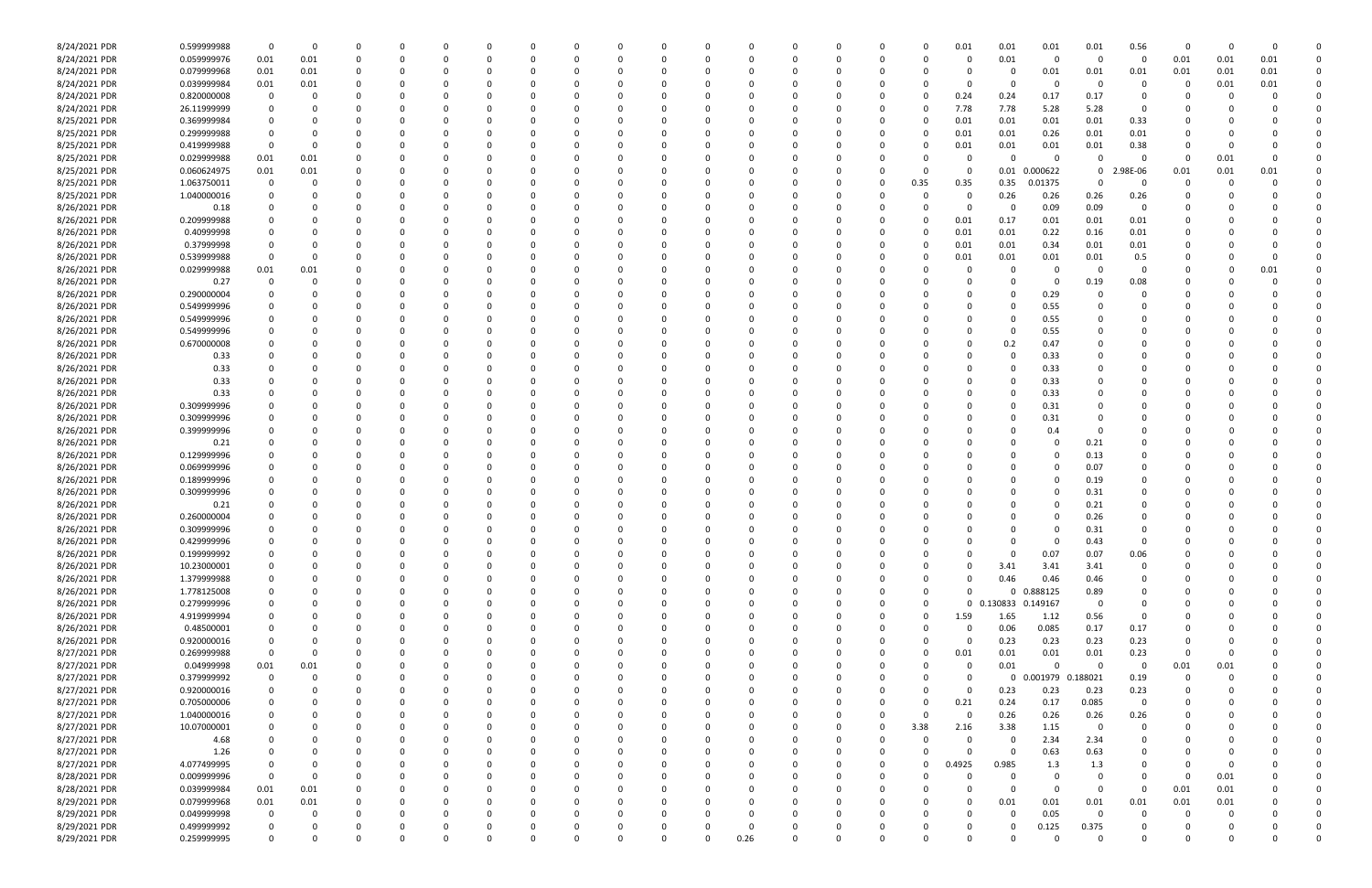| | | | | | | | | | | | | | | | | | | | | | | | | | | | | |
|---|---|---|---|---|---|---|---|---|---|---|---|---|---|---|---|---|---|---|---|---|---|---|---|---|---|---|---|---|
| 8/24/2021 PDR | 0.599999988 | 0 | 0 | 0 | 0 | 0 | 0 | 0 | 0 | 0 | 0 | 0 | 0 | 0 | 0 | 0 | 0 | 0 | 0.01 | 0.01 | 0.01 | 0.01 | 0.56 | 0 | 0 | 0 | 0 | 0 |
| 8/24/2021 PDR | 0.059999976 | 0.01 | 0.01 | 0 | 0 | 0 | 0 | 0 | 0 | 0 | 0 | 0 | 0 | 0 | 0 | 0 | 0 | 0 | 0 | 0.01 | 0 | 0 | 0 | 0.01 | 0.01 | 0.01 | 0 | 0 |
| 8/24/2021 PDR | 0.079999968 | 0.01 | 0.01 | 0 | 0 | 0 | 0 | 0 | 0 | 0 | 0 | 0 | 0 | 0 | 0 | 0 | 0 | 0 | 0 | 0 | 0.01 | 0.01 | 0.01 | 0.01 | 0.01 | 0.01 | 0 | 0 |
| 8/24/2021 PDR | 0.039999984 | 0.01 | 0.01 | 0 | 0 | 0 | 0 | 0 | 0 | 0 | 0 | 0 | 0 | 0 | 0 | 0 | 0 | 0 | 0 | 0 | 0 | 0 | 0 | 0 | 0.01 | 0.01 | 0 | 0 |
| 8/24/2021 PDR | 0.820000008 | 0 | 0 | 0 | 0 | 0 | 0 | 0 | 0 | 0 | 0 | 0 | 0 | 0 | 0 | 0 | 0 | 0 | 0.24 | 0.24 | 0.17 | 0.17 | 0 | 0 | 0 | 0 | 0 | 0 |
| 8/24/2021 PDR | 26.11999999 | 0 | 0 | 0 | 0 | 0 | 0 | 0 | 0 | 0 | 0 | 0 | 0 | 0 | 0 | 0 | 0 | 0 | 7.78 | 7.78 | 5.28 | 5.28 | 0 | 0 | 0 | 0 | 0 | 0 |
| 8/25/2021 PDR | 0.369999984 | 0 | 0 | 0 | 0 | 0 | 0 | 0 | 0 | 0 | 0 | 0 | 0 | 0 | 0 | 0 | 0 | 0 | 0.01 | 0.01 | 0.01 | 0.01 | 0.33 | 0 | 0 | 0 | 0 | 0 |
| 8/25/2021 PDR | 0.299999988 | 0 | 0 | 0 | 0 | 0 | 0 | 0 | 0 | 0 | 0 | 0 | 0 | 0 | 0 | 0 | 0 | 0 | 0.01 | 0.01 | 0.26 | 0.01 | 0.01 | 0 | 0 | 0 | 0 | 0 |
| 8/25/2021 PDR | 0.419999988 | 0 | 0 | 0 | 0 | 0 | 0 | 0 | 0 | 0 | 0 | 0 | 0 | 0 | 0 | 0 | 0 | 0 | 0.01 | 0.01 | 0.01 | 0.01 | 0.38 | 0 | 0 | 0 | 0 | 0 |
| 8/25/2021 PDR | 0.029999988 | 0.01 | 0.01 | 0 | 0 | 0 | 0 | 0 | 0 | 0 | 0 | 0 | 0 | 0 | 0 | 0 | 0 | 0 | 0 | 0 | 0 | 0 | 0 | 0 | 0 | 0.01 | 0 | 0 |
| 8/25/2021 PDR | 0.060624975 | 0.01 | 0.01 | 0 | 0 | 0 | 0 | 0 | 0 | 0 | 0 | 0 | 0 | 0 | 0 | 0 | 0 | 0 | 0 | 0.01 | 0.000622 | 0 | 2.98E-06 | 0.01 | 0.01 | 0.01 | 0 | 0 |
| 8/25/2021 PDR | 1.063750011 | 0 | 0 | 0 | 0 | 0 | 0 | 0 | 0 | 0 | 0 | 0 | 0 | 0 | 0 | 0 | 0.35 | 0.35 | 0.35 | 0.01375 | 0 | 0 | 0 | 0 | 0 | 0 | 0 | 0 |
| 8/25/2021 PDR | 1.040000016 | 0 | 0 | 0 | 0 | 0 | 0 | 0 | 0 | 0 | 0 | 0 | 0 | 0 | 0 | 0 | 0 | 0 | 0 | 0.26 | 0.26 | 0.26 | 0.26 | 0 | 0 | 0 | 0 | 0 |
| 8/26/2021 PDR | 0.18 | 0 | 0 | 0 | 0 | 0 | 0 | 0 | 0 | 0 | 0 | 0 | 0 | 0 | 0 | 0 | 0 | 0 | 0 | 0 | 0.09 | 0.09 | 0 | 0 | 0 | 0 | 0 | 0 |
| 8/26/2021 PDR | 0.209999988 | 0 | 0 | 0 | 0 | 0 | 0 | 0 | 0 | 0 | 0 | 0 | 0 | 0 | 0 | 0 | 0 | 0 | 0.01 | 0.17 | 0.01 | 0.01 | 0.01 | 0 | 0 | 0 | 0 | 0 |
| 8/26/2021 PDR | 0.40999998 | 0 | 0 | 0 | 0 | 0 | 0 | 0 | 0 | 0 | 0 | 0 | 0 | 0 | 0 | 0 | 0 | 0 | 0.01 | 0.01 | 0.22 | 0.16 | 0.01 | 0 | 0 | 0 | 0 | 0 |
| 8/26/2021 PDR | 0.37999998 | 0 | 0 | 0 | 0 | 0 | 0 | 0 | 0 | 0 | 0 | 0 | 0 | 0 | 0 | 0 | 0 | 0 | 0.01 | 0.01 | 0.34 | 0.01 | 0.01 | 0 | 0 | 0 | 0 | 0 |
| 8/26/2021 PDR | 0.539999988 | 0 | 0 | 0 | 0 | 0 | 0 | 0 | 0 | 0 | 0 | 0 | 0 | 0 | 0 | 0 | 0 | 0 | 0.01 | 0.01 | 0.01 | 0.01 | 0.5 | 0 | 0 | 0 | 0 | 0 |
| 8/26/2021 PDR | 0.029999988 | 0.01 | 0.01 | 0 | 0 | 0 | 0 | 0 | 0 | 0 | 0 | 0 | 0 | 0 | 0 | 0 | 0 | 0 | 0 | 0 | 0 | 0 | 0 | 0 | 0 | 0 | 0.01 | 0 |
| 8/26/2021 PDR | 0.27 | 0 | 0 | 0 | 0 | 0 | 0 | 0 | 0 | 0 | 0 | 0 | 0 | 0 | 0 | 0 | 0 | 0 | 0 | 0 | 0 | 0.19 | 0.08 | 0 | 0 | 0 | 0 | 0 |
| 8/26/2021 PDR | 0.290000004 | 0 | 0 | 0 | 0 | 0 | 0 | 0 | 0 | 0 | 0 | 0 | 0 | 0 | 0 | 0 | 0 | 0 | 0 | 0 | 0.29 | 0 | 0 | 0 | 0 | 0 | 0 | 0 |
| 8/26/2021 PDR | 0.549999996 | 0 | 0 | 0 | 0 | 0 | 0 | 0 | 0 | 0 | 0 | 0 | 0 | 0 | 0 | 0 | 0 | 0 | 0 | 0 | 0.55 | 0 | 0 | 0 | 0 | 0 | 0 | 0 |
| 8/26/2021 PDR | 0.549999996 | 0 | 0 | 0 | 0 | 0 | 0 | 0 | 0 | 0 | 0 | 0 | 0 | 0 | 0 | 0 | 0 | 0 | 0 | 0 | 0.55 | 0 | 0 | 0 | 0 | 0 | 0 | 0 |
| 8/26/2021 PDR | 0.549999996 | 0 | 0 | 0 | 0 | 0 | 0 | 0 | 0 | 0 | 0 | 0 | 0 | 0 | 0 | 0 | 0 | 0 | 0 | 0 | 0.55 | 0 | 0 | 0 | 0 | 0 | 0 | 0 |
| 8/26/2021 PDR | 0.670000008 | 0 | 0 | 0 | 0 | 0 | 0 | 0 | 0 | 0 | 0 | 0 | 0 | 0 | 0 | 0 | 0 | 0 | 0 | 0.2 | 0.47 | 0 | 0 | 0 | 0 | 0 | 0 | 0 |
| 8/26/2021 PDR | 0.33 | 0 | 0 | 0 | 0 | 0 | 0 | 0 | 0 | 0 | 0 | 0 | 0 | 0 | 0 | 0 | 0 | 0 | 0 | 0 | 0.33 | 0 | 0 | 0 | 0 | 0 | 0 | 0 |
| 8/26/2021 PDR | 0.33 | 0 | 0 | 0 | 0 | 0 | 0 | 0 | 0 | 0 | 0 | 0 | 0 | 0 | 0 | 0 | 0 | 0 | 0 | 0 | 0.33 | 0 | 0 | 0 | 0 | 0 | 0 | 0 |
| 8/26/2021 PDR | 0.33 | 0 | 0 | 0 | 0 | 0 | 0 | 0 | 0 | 0 | 0 | 0 | 0 | 0 | 0 | 0 | 0 | 0 | 0 | 0 | 0.33 | 0 | 0 | 0 | 0 | 0 | 0 | 0 |
| 8/26/2021 PDR | 0.33 | 0 | 0 | 0 | 0 | 0 | 0 | 0 | 0 | 0 | 0 | 0 | 0 | 0 | 0 | 0 | 0 | 0 | 0 | 0 | 0.33 | 0 | 0 | 0 | 0 | 0 | 0 | 0 |
| 8/26/2021 PDR | 0.309999996 | 0 | 0 | 0 | 0 | 0 | 0 | 0 | 0 | 0 | 0 | 0 | 0 | 0 | 0 | 0 | 0 | 0 | 0 | 0 | 0.31 | 0 | 0 | 0 | 0 | 0 | 0 | 0 |
| 8/26/2021 PDR | 0.309999996 | 0 | 0 | 0 | 0 | 0 | 0 | 0 | 0 | 0 | 0 | 0 | 0 | 0 | 0 | 0 | 0 | 0 | 0 | 0 | 0.31 | 0 | 0 | 0 | 0 | 0 | 0 | 0 |
| 8/26/2021 PDR | 0.399999996 | 0 | 0 | 0 | 0 | 0 | 0 | 0 | 0 | 0 | 0 | 0 | 0 | 0 | 0 | 0 | 0 | 0 | 0 | 0 | 0.4 | 0 | 0 | 0 | 0 | 0 | 0 | 0 |
| 8/26/2021 PDR | 0.21 | 0 | 0 | 0 | 0 | 0 | 0 | 0 | 0 | 0 | 0 | 0 | 0 | 0 | 0 | 0 | 0 | 0 | 0 | 0 | 0 | 0.21 | 0 | 0 | 0 | 0 | 0 | 0 |
| 8/26/2021 PDR | 0.129999996 | 0 | 0 | 0 | 0 | 0 | 0 | 0 | 0 | 0 | 0 | 0 | 0 | 0 | 0 | 0 | 0 | 0 | 0 | 0 | 0 | 0.13 | 0 | 0 | 0 | 0 | 0 | 0 |
| 8/26/2021 PDR | 0.069999996 | 0 | 0 | 0 | 0 | 0 | 0 | 0 | 0 | 0 | 0 | 0 | 0 | 0 | 0 | 0 | 0 | 0 | 0 | 0 | 0 | 0.07 | 0 | 0 | 0 | 0 | 0 | 0 |
| 8/26/2021 PDR | 0.189999996 | 0 | 0 | 0 | 0 | 0 | 0 | 0 | 0 | 0 | 0 | 0 | 0 | 0 | 0 | 0 | 0 | 0 | 0 | 0 | 0 | 0.19 | 0 | 0 | 0 | 0 | 0 | 0 |
| 8/26/2021 PDR | 0.309999996 | 0 | 0 | 0 | 0 | 0 | 0 | 0 | 0 | 0 | 0 | 0 | 0 | 0 | 0 | 0 | 0 | 0 | 0 | 0 | 0 | 0.31 | 0 | 0 | 0 | 0 | 0 | 0 |
| 8/26/2021 PDR | 0.21 | 0 | 0 | 0 | 0 | 0 | 0 | 0 | 0 | 0 | 0 | 0 | 0 | 0 | 0 | 0 | 0 | 0 | 0 | 0 | 0 | 0.21 | 0 | 0 | 0 | 0 | 0 | 0 |
| 8/26/2021 PDR | 0.260000004 | 0 | 0 | 0 | 0 | 0 | 0 | 0 | 0 | 0 | 0 | 0 | 0 | 0 | 0 | 0 | 0 | 0 | 0 | 0 | 0 | 0.26 | 0 | 0 | 0 | 0 | 0 | 0 |
| 8/26/2021 PDR | 0.309999996 | 0 | 0 | 0 | 0 | 0 | 0 | 0 | 0 | 0 | 0 | 0 | 0 | 0 | 0 | 0 | 0 | 0 | 0 | 0 | 0 | 0.31 | 0 | 0 | 0 | 0 | 0 | 0 |
| 8/26/2021 PDR | 0.429999996 | 0 | 0 | 0 | 0 | 0 | 0 | 0 | 0 | 0 | 0 | 0 | 0 | 0 | 0 | 0 | 0 | 0 | 0 | 0 | 0 | 0.43 | 0 | 0 | 0 | 0 | 0 | 0 |
| 8/26/2021 PDR | 0.199999992 | 0 | 0 | 0 | 0 | 0 | 0 | 0 | 0 | 0 | 0 | 0 | 0 | 0 | 0 | 0 | 0 | 0 | 0 | 0 | 0.07 | 0.07 | 0.06 | 0 | 0 | 0 | 0 | 0 |
| 8/26/2021 PDR | 10.23000001 | 0 | 0 | 0 | 0 | 0 | 0 | 0 | 0 | 0 | 0 | 0 | 0 | 0 | 0 | 0 | 0 | 0 | 0 | 3.41 | 3.41 | 3.41 | 0 | 0 | 0 | 0 | 0 | 0 |
| 8/26/2021 PDR | 1.379999988 | 0 | 0 | 0 | 0 | 0 | 0 | 0 | 0 | 0 | 0 | 0 | 0 | 0 | 0 | 0 | 0 | 0 | 0 | 0.46 | 0.46 | 0.46 | 0 | 0 | 0 | 0 | 0 | 0 |
| 8/26/2021 PDR | 1.778125008 | 0 | 0 | 0 | 0 | 0 | 0 | 0 | 0 | 0 | 0 | 0 | 0 | 0 | 0 | 0 | 0 | 0 | 0 | 0 | 0.888125 | 0.89 | 0 | 0 | 0 | 0 | 0 | 0 |
| 8/26/2021 PDR | 0.279999996 | 0 | 0 | 0 | 0 | 0 | 0 | 0 | 0 | 0 | 0 | 0 | 0 | 0 | 0 | 0 | 0 | 0 | 0 | 0.130833 | 0.149167 | 0 | 0 | 0 | 0 | 0 | 0 | 0 |
| 8/26/2021 PDR | 4.919999994 | 0 | 0 | 0 | 0 | 0 | 0 | 0 | 0 | 0 | 0 | 0 | 0 | 0 | 0 | 0 | 0 | 0 | 1.59 | 1.65 | 1.12 | 0.56 | 0 | 0 | 0 | 0 | 0 | 0 |
| 8/26/2021 PDR | 0.48500001 | 0 | 0 | 0 | 0 | 0 | 0 | 0 | 0 | 0 | 0 | 0 | 0 | 0 | 0 | 0 | 0 | 0 | 0 | 0.06 | 0.085 | 0.17 | 0.17 | 0 | 0 | 0 | 0 | 0 |
| 8/26/2021 PDR | 0.920000016 | 0 | 0 | 0 | 0 | 0 | 0 | 0 | 0 | 0 | 0 | 0 | 0 | 0 | 0 | 0 | 0 | 0 | 0 | 0.23 | 0.23 | 0.23 | 0.23 | 0 | 0 | 0 | 0 | 0 |
| 8/27/2021 PDR | 0.269999988 | 0 | 0 | 0 | 0 | 0 | 0 | 0 | 0 | 0 | 0 | 0 | 0 | 0 | 0 | 0 | 0 | 0 | 0.01 | 0.01 | 0.01 | 0.01 | 0.23 | 0 | 0 | 0 | 0 | 0 |
| 8/27/2021 PDR | 0.04999998 | 0.01 | 0.01 | 0 | 0 | 0 | 0 | 0 | 0 | 0 | 0 | 0 | 0 | 0 | 0 | 0 | 0 | 0 | 0 | 0.01 | 0 | 0 | 0 | 0.01 | 0.01 | 0 | 0 | 0 |
| 8/27/2021 PDR | 0.379999992 | 0 | 0 | 0 | 0 | 0 | 0 | 0 | 0 | 0 | 0 | 0 | 0 | 0 | 0 | 0 | 0 | 0 | 0 | 0 | 0.001979 | 0.188021 | 0.19 | 0 | 0 | 0 | 0 | 0 |
| 8/27/2021 PDR | 0.920000016 | 0 | 0 | 0 | 0 | 0 | 0 | 0 | 0 | 0 | 0 | 0 | 0 | 0 | 0 | 0 | 0 | 0 | 0 | 0.23 | 0.23 | 0.23 | 0.23 | 0 | 0 | 0 | 0 | 0 |
| 8/27/2021 PDR | 0.705000006 | 0 | 0 | 0 | 0 | 0 | 0 | 0 | 0 | 0 | 0 | 0 | 0 | 0 | 0 | 0 | 0 | 0 | 0.21 | 0.24 | 0.17 | 0.085 | 0 | 0 | 0 | 0 | 0 | 0 |
| 8/27/2021 PDR | 1.040000016 | 0 | 0 | 0 | 0 | 0 | 0 | 0 | 0 | 0 | 0 | 0 | 0 | 0 | 0 | 0 | 0 | 0 | 0 | 0.26 | 0.26 | 0.26 | 0.26 | 0 | 0 | 0 | 0 | 0 |
| 8/27/2021 PDR | 10.07000001 | 0 | 0 | 0 | 0 | 0 | 0 | 0 | 0 | 0 | 0 | 0 | 0 | 0 | 0 | 0 | 3.38 | 2.16 | 3.38 | 1.15 | 0 | 0 | 0 | 0 | 0 | 0 | 0 | 0 |
| 8/27/2021 PDR | 4.68 | 0 | 0 | 0 | 0 | 0 | 0 | 0 | 0 | 0 | 0 | 0 | 0 | 0 | 0 | 0 | 0 | 0 | 0 | 0 | 2.34 | 2.34 | 0 | 0 | 0 | 0 | 0 | 0 |
| 8/27/2021 PDR | 1.26 | 0 | 0 | 0 | 0 | 0 | 0 | 0 | 0 | 0 | 0 | 0 | 0 | 0 | 0 | 0 | 0 | 0 | 0 | 0 | 0.63 | 0.63 | 0 | 0 | 0 | 0 | 0 | 0 |
| 8/27/2021 PDR | 4.077499995 | 0 | 0 | 0 | 0 | 0 | 0 | 0 | 0 | 0 | 0 | 0 | 0 | 0 | 0 | 0 | 0 | 0.4925 | 0.985 | 1.3 | 1.3 | 0 | 0 | 0 | 0 | 0 | 0 | 0 |
| 8/28/2021 PDR | 0.009999996 | 0 | 0 | 0 | 0 | 0 | 0 | 0 | 0 | 0 | 0 | 0 | 0 | 0 | 0 | 0 | 0 | 0 | 0 | 0 | 0 | 0 | 0 | 0 | 0 | 0.01 | 0 | 0 |
| 8/28/2021 PDR | 0.039999984 | 0.01 | 0.01 | 0 | 0 | 0 | 0 | 0 | 0 | 0 | 0 | 0 | 0 | 0 | 0 | 0 | 0 | 0 | 0 | 0 | 0 | 0 | 0 | 0.01 | 0.01 | 0 | 0 | 0 |
| 8/29/2021 PDR | 0.079999968 | 0.01 | 0.01 | 0 | 0 | 0 | 0 | 0 | 0 | 0 | 0 | 0 | 0 | 0 | 0 | 0 | 0 | 0 | 0 | 0.01 | 0.01 | 0.01 | 0.01 | 0.01 | 0.01 | 0 | 0 | 0 |
| 8/29/2021 PDR | 0.049999998 | 0 | 0 | 0 | 0 | 0 | 0 | 0 | 0 | 0 | 0 | 0 | 0 | 0 | 0 | 0 | 0 | 0 | 0 | 0 | 0.05 | 0 | 0 | 0 | 0 | 0 | 0 | 0 |
| 8/29/2021 PDR | 0.499999992 | 0 | 0 | 0 | 0 | 0 | 0 | 0 | 0 | 0 | 0 | 0 | 0 | 0 | 0 | 0 | 0 | 0 | 0 | 0 | 0.125 | 0.375 | 0 | 0 | 0 | 0 | 0 | 0 |
| 8/29/2021 PDR | 0.259999995 | 0 | 0 | 0 | 0 | 0 | 0 | 0 | 0 | 0 | 0 | 0 | 0 | 0.26 | 0 | 0 | 0 | 0 | 0 | 0 | 0 | 0 | 0 | 0 | 0 | 0 | 0 | 0 |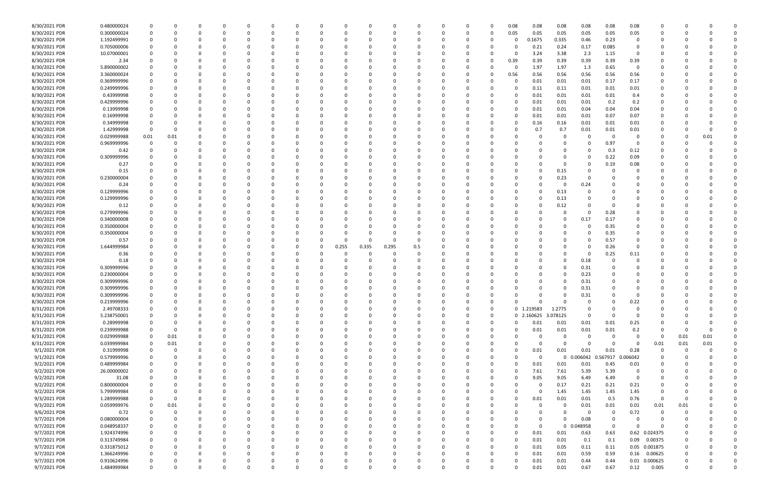| | | | | | | | | | | | | | | | | | | | | | | | | | | | |
|---|---|---|---|---|---|---|---|---|---|---|---|---|---|---|---|---|---|---|---|---|---|---|---|---|---|---|---|
| 8/30/2021 PDR | 0.480000024 | 0 | 0 | 0 | 0 | 0 | 0 | 0 | 0 | 0 | 0 | 0 | 0 | 0 | 0 | 0 | 0.08 | 0.08 | 0.08 | 0.08 | 0.08 | 0.08 | 0 | 0 | 0 | 0 | 0 |
| 8/30/2021 PDR | 0.300000024 | 0 | 0 | 0 | 0 | 0 | 0 | 0 | 0 | 0 | 0 | 0 | 0 | 0 | 0 | 0 | 0.05 | 0.05 | 0.05 | 0.05 | 0.05 | 0.05 | 0 | 0 | 0 | 0 | 0 |
| 8/30/2021 PDR | 1.192499991 | 0 | 0 | 0 | 0 | 0 | 0 | 0 | 0 | 0 | 0 | 0 | 0 | 0 | 0 | 0 | 0 | 0.1675 | 0.335 | 0.46 | 0.23 | 0 | 0 | 0 | 0 | 0 | 0 |
| 8/30/2021 PDR | 0.705000006 | 0 | 0 | 0 | 0 | 0 | 0 | 0 | 0 | 0 | 0 | 0 | 0 | 0 | 0 | 0 | 0 | 0.21 | 0.24 | 0.17 | 0.085 | 0 | 0 | 0 | 0 | 0 | 0 |
| 8/30/2021 PDR | 10.07000001 | 0 | 0 | 0 | 0 | 0 | 0 | 0 | 0 | 0 | 0 | 0 | 0 | 0 | 0 | 0 | 0 | 3.24 | 3.38 | 2.3 | 1.15 | 0 | 0 | 0 | 0 | 0 | 0 |
| 8/30/2021 PDR | 2.34 | 0 | 0 | 0 | 0 | 0 | 0 | 0 | 0 | 0 | 0 | 0 | 0 | 0 | 0 | 0 | 0.39 | 0.39 | 0.39 | 0.39 | 0.39 | 0.39 | 0 | 0 | 0 | 0 | 0 |
| 8/30/2021 PDR | 5.890000002 | 0 | 0 | 0 | 0 | 0 | 0 | 0 | 0 | 0 | 0 | 0 | 0 | 0 | 0 | 0 | 0 | 1.97 | 1.97 | 1.3 | 0.65 | 0 | 0 | 0 | 0 | 0 | 0 |
| 8/30/2021 PDR | 3.360000024 | 0 | 0 | 0 | 0 | 0 | 0 | 0 | 0 | 0 | 0 | 0 | 0 | 0 | 0 | 0 | 0.56 | 0.56 | 0.56 | 0.56 | 0.56 | 0.56 | 0 | 0 | 0 | 0 | 0 |
| 8/30/2021 PDR | 0.369999996 | 0 | 0 | 0 | 0 | 0 | 0 | 0 | 0 | 0 | 0 | 0 | 0 | 0 | 0 | 0 | 0 | 0.01 | 0.01 | 0.01 | 0.17 | 0.17 | 0 | 0 | 0 | 0 | 0 |
| 8/30/2021 PDR | 0.249999996 | 0 | 0 | 0 | 0 | 0 | 0 | 0 | 0 | 0 | 0 | 0 | 0 | 0 | 0 | 0 | 0 | 0.11 | 0.11 | 0.01 | 0.01 | 0.01 | 0 | 0 | 0 | 0 | 0 |
| 8/30/2021 PDR | 0.43999998 | 0 | 0 | 0 | 0 | 0 | 0 | 0 | 0 | 0 | 0 | 0 | 0 | 0 | 0 | 0 | 0 | 0.01 | 0.01 | 0.01 | 0.01 | 0.4 | 0 | 0 | 0 | 0 | 0 |
| 8/30/2021 PDR | 0.429999996 | 0 | 0 | 0 | 0 | 0 | 0 | 0 | 0 | 0 | 0 | 0 | 0 | 0 | 0 | 0 | 0 | 0.01 | 0.01 | 0.01 | 0.2 | 0.2 | 0 | 0 | 0 | 0 | 0 |
| 8/30/2021 PDR | 0.13999998 | 0 | 0 | 0 | 0 | 0 | 0 | 0 | 0 | 0 | 0 | 0 | 0 | 0 | 0 | 0 | 0 | 0.01 | 0.01 | 0.04 | 0.04 | 0.04 | 0 | 0 | 0 | 0 | 0 |
| 8/30/2021 PDR | 0.16999998 | 0 | 0 | 0 | 0 | 0 | 0 | 0 | 0 | 0 | 0 | 0 | 0 | 0 | 0 | 0 | 0 | 0.01 | 0.01 | 0.01 | 0.07 | 0.07 | 0 | 0 | 0 | 0 | 0 |
| 8/30/2021 PDR | 0.34999998 | 0 | 0 | 0 | 0 | 0 | 0 | 0 | 0 | 0 | 0 | 0 | 0 | 0 | 0 | 0 | 0 | 0.16 | 0.16 | 0.01 | 0.01 | 0.01 | 0 | 0 | 0 | 0 | 0 |
| 8/30/2021 PDR | 1.42999998 | 0 | 0 | 0 | 0 | 0 | 0 | 0 | 0 | 0 | 0 | 0 | 0 | 0 | 0 | 0 | 0 | 0.7 | 0.7 | 0.01 | 0.01 | 0.01 | 0 | 0 | 0 | 0 | 0 |
| 8/30/2021 PDR | 0.029999988 | 0.01 | 0.01 | 0 | 0 | 0 | 0 | 0 | 0 | 0 | 0 | 0 | 0 | 0 | 0 | 0 | 0 | 0 | 0 | 0 | 0 | 0 | 0 | 0 | 0 | 0.01 | 0 |
| 8/30/2021 PDR | 0.969999996 | 0 | 0 | 0 | 0 | 0 | 0 | 0 | 0 | 0 | 0 | 0 | 0 | 0 | 0 | 0 | 0 | 0 | 0 | 0 | 0.97 | 0 | 0 | 0 | 0 | 0 | 0 |
| 8/30/2021 PDR | 0.42 | 0 | 0 | 0 | 0 | 0 | 0 | 0 | 0 | 0 | 0 | 0 | 0 | 0 | 0 | 0 | 0 | 0 | 0 | 0 | 0.3 | 0.12 | 0 | 0 | 0 | 0 | 0 |
| 8/30/2021 PDR | 0.309999996 | 0 | 0 | 0 | 0 | 0 | 0 | 0 | 0 | 0 | 0 | 0 | 0 | 0 | 0 | 0 | 0 | 0 | 0 | 0 | 0.22 | 0.09 | 0 | 0 | 0 | 0 | 0 |
| 8/30/2021 PDR | 0.27 | 0 | 0 | 0 | 0 | 0 | 0 | 0 | 0 | 0 | 0 | 0 | 0 | 0 | 0 | 0 | 0 | 0 | 0 | 0 | 0.19 | 0.08 | 0 | 0 | 0 | 0 | 0 |
| 8/30/2021 PDR | 0.15 | 0 | 0 | 0 | 0 | 0 | 0 | 0 | 0 | 0 | 0 | 0 | 0 | 0 | 0 | 0 | 0 | 0 | 0.15 | 0 | 0 | 0 | 0 | 0 | 0 | 0 | 0 |
| 8/30/2021 PDR | 0.230000004 | 0 | 0 | 0 | 0 | 0 | 0 | 0 | 0 | 0 | 0 | 0 | 0 | 0 | 0 | 0 | 0 | 0 | 0.23 | 0 | 0 | 0 | 0 | 0 | 0 | 0 | 0 |
| 8/30/2021 PDR | 0.24 | 0 | 0 | 0 | 0 | 0 | 0 | 0 | 0 | 0 | 0 | 0 | 0 | 0 | 0 | 0 | 0 | 0 | 0 | 0.24 | 0 | 0 | 0 | 0 | 0 | 0 | 0 |
| 8/30/2021 PDR | 0.129999996 | 0 | 0 | 0 | 0 | 0 | 0 | 0 | 0 | 0 | 0 | 0 | 0 | 0 | 0 | 0 | 0 | 0 | 0.13 | 0 | 0 | 0 | 0 | 0 | 0 | 0 | 0 |
| 8/30/2021 PDR | 0.129999996 | 0 | 0 | 0 | 0 | 0 | 0 | 0 | 0 | 0 | 0 | 0 | 0 | 0 | 0 | 0 | 0 | 0 | 0.13 | 0 | 0 | 0 | 0 | 0 | 0 | 0 | 0 |
| 8/30/2021 PDR | 0.12 | 0 | 0 | 0 | 0 | 0 | 0 | 0 | 0 | 0 | 0 | 0 | 0 | 0 | 0 | 0 | 0 | 0 | 0.12 | 0 | 0 | 0 | 0 | 0 | 0 | 0 | 0 |
| 8/30/2021 PDR | 0.279999996 | 0 | 0 | 0 | 0 | 0 | 0 | 0 | 0 | 0 | 0 | 0 | 0 | 0 | 0 | 0 | 0 | 0 | 0 | 0 | 0.28 | 0 | 0 | 0 | 0 | 0 | 0 |
| 8/30/2021 PDR | 0.340000008 | 0 | 0 | 0 | 0 | 0 | 0 | 0 | 0 | 0 | 0 | 0 | 0 | 0 | 0 | 0 | 0 | 0 | 0 | 0.17 | 0.17 | 0 | 0 | 0 | 0 | 0 | 0 |
| 8/30/2021 PDR | 0.350000004 | 0 | 0 | 0 | 0 | 0 | 0 | 0 | 0 | 0 | 0 | 0 | 0 | 0 | 0 | 0 | 0 | 0 | 0 | 0 | 0.35 | 0 | 0 | 0 | 0 | 0 | 0 |
| 8/30/2021 PDR | 0.350000004 | 0 | 0 | 0 | 0 | 0 | 0 | 0 | 0 | 0 | 0 | 0 | 0 | 0 | 0 | 0 | 0 | 0 | 0 | 0 | 0.35 | 0 | 0 | 0 | 0 | 0 | 0 |
| 8/30/2021 PDR | 0.57 | 0 | 0 | 0 | 0 | 0 | 0 | 0 | 0 | 0 | 0 | 0 | 0 | 0 | 0 | 0 | 0 | 0 | 0 | 0 | 0.57 | 0 | 0 | 0 | 0 | 0 | 0 |
| 8/30/2021 PDR | 1.644999984 | 0 | 0 | 0 | 0 | 0 | 0 | 0 | 0 | 0.255 | 0.335 | 0.295 | 0.5 | 0 | 0 | 0 | 0 | 0 | 0 | 0 | 0.26 | 0 | 0 | 0 | 0 | 0 | 0 |
| 8/30/2021 PDR | 0.36 | 0 | 0 | 0 | 0 | 0 | 0 | 0 | 0 | 0 | 0 | 0 | 0 | 0 | 0 | 0 | 0 | 0 | 0 | 0 | 0.25 | 0.11 | 0 | 0 | 0 | 0 | 0 |
| 8/30/2021 PDR | 0.18 | 0 | 0 | 0 | 0 | 0 | 0 | 0 | 0 | 0 | 0 | 0 | 0 | 0 | 0 | 0 | 0 | 0 | 0 | 0.18 | 0 | 0 | 0 | 0 | 0 | 0 | 0 |
| 8/30/2021 PDR | 0.309999996 | 0 | 0 | 0 | 0 | 0 | 0 | 0 | 0 | 0 | 0 | 0 | 0 | 0 | 0 | 0 | 0 | 0 | 0 | 0.31 | 0 | 0 | 0 | 0 | 0 | 0 | 0 |
| 8/30/2021 PDR | 0.230000004 | 0 | 0 | 0 | 0 | 0 | 0 | 0 | 0 | 0 | 0 | 0 | 0 | 0 | 0 | 0 | 0 | 0 | 0 | 0.23 | 0 | 0 | 0 | 0 | 0 | 0 | 0 |
| 8/30/2021 PDR | 0.309999996 | 0 | 0 | 0 | 0 | 0 | 0 | 0 | 0 | 0 | 0 | 0 | 0 | 0 | 0 | 0 | 0 | 0 | 0 | 0.31 | 0 | 0 | 0 | 0 | 0 | 0 | 0 |
| 8/30/2021 PDR | 0.309999996 | 0 | 0 | 0 | 0 | 0 | 0 | 0 | 0 | 0 | 0 | 0 | 0 | 0 | 0 | 0 | 0 | 0 | 0 | 0.31 | 0 | 0 | 0 | 0 | 0 | 0 | 0 |
| 8/30/2021 PDR | 0.309999996 | 0 | 0 | 0 | 0 | 0 | 0 | 0 | 0 | 0 | 0 | 0 | 0 | 0 | 0 | 0 | 0 | 0 | 0 | 0.31 | 0 | 0 | 0 | 0 | 0 | 0 | 0 |
| 8/30/2021 PDR | 0.219999996 | 0 | 0 | 0 | 0 | 0 | 0 | 0 | 0 | 0 | 0 | 0 | 0 | 0 | 0 | 0 | 0 | 0 | 0 | 0 | 0 | 0.22 | 0 | 0 | 0 | 0 | 0 |
| 8/31/2021 PDR | 2.49708333 | 0 | 0 | 0 | 0 | 0 | 0 | 0 | 0 | 0 | 0 | 0 | 0 | 0 | 0 | 0 | 0 | 1.219583 | 1.2775 | 0 | 0 | 0 | 0 | 0 | 0 | 0 | 0 |
| 8/31/2021 PDR | 5.238750001 | 0 | 0 | 0 | 0 | 0 | 0 | 0 | 0 | 0 | 0 | 0 | 0 | 0 | 0 | 0 | 0 | 2.160625 | 3.078125 | 0 | 0 | 0 | 0 | 0 | 0 | 0 | 0 |
| 8/31/2021 PDR | 0.28999998 | 0 | 0 | 0 | 0 | 0 | 0 | 0 | 0 | 0 | 0 | 0 | 0 | 0 | 0 | 0 | 0 | 0.01 | 0.01 | 0.01 | 0.01 | 0.25 | 0 | 0 | 0 | 0 | 0 |
| 8/31/2021 PDR | 0.239999988 | 0 | 0 | 0 | 0 | 0 | 0 | 0 | 0 | 0 | 0 | 0 | 0 | 0 | 0 | 0 | 0 | 0.01 | 0.01 | 0.01 | 0.01 | 0.2 | 0 | 0 | 0 | 0 | 0 |
| 8/31/2021 PDR | 0.029999988 | 0 | 0.01 | 0 | 0 | 0 | 0 | 0 | 0 | 0 | 0 | 0 | 0 | 0 | 0 | 0 | 0 | 0 | 0 | 0 | 0 | 0 | 0 | 0 | 0.01 | 0.01 | 0 |
| 8/31/2021 PDR | 0.039999984 | 0 | 0.01 | 0 | 0 | 0 | 0 | 0 | 0 | 0 | 0 | 0 | 0 | 0 | 0 | 0 | 0 | 0 | 0 | 0 | 0 | 0 | 0 | 0.01 | 0.01 | 0.01 | 0 |
| 9/1/2021 PDR | 0.31999998 | 0 | 0 | 0 | 0 | 0 | 0 | 0 | 0 | 0 | 0 | 0 | 0 | 0 | 0 | 0 | 0 | 0.01 | 0.01 | 0.01 | 0.01 | 0.28 | 0 | 0 | 0 | 0 | 0 |
| 9/1/2021 PDR | 0.579999996 | 0 | 0 | 0 | 0 | 0 | 0 | 0 | 0 | 0 | 0 | 0 | 0 | 0 | 0 | 0 | 0 | 0 | 0 | 0.006042 | 0.567917 | 0.006042 | 0 | 0 | 0 | 0 | 0 |
| 9/2/2021 PDR | 0.489999984 | 0 | 0 | 0 | 0 | 0 | 0 | 0 | 0 | 0 | 0 | 0 | 0 | 0 | 0 | 0 | 0 | 0.01 | 0.01 | 0.01 | 0.45 | 0.01 | 0 | 0 | 0 | 0 | 0 |
| 9/2/2021 PDR | 26.00000002 | 0 | 0 | 0 | 0 | 0 | 0 | 0 | 0 | 0 | 0 | 0 | 0 | 0 | 0 | 0 | 0 | 7.61 | 7.61 | 5.39 | 5.39 | 0 | 0 | 0 | 0 | 0 | 0 |
| 9/2/2021 PDR | 31.08 | 0 | 0 | 0 | 0 | 0 | 0 | 0 | 0 | 0 | 0 | 0 | 0 | 0 | 0 | 0 | 0 | 9.05 | 9.05 | 6.49 | 6.49 | 0 | 0 | 0 | 0 | 0 | 0 |
| 9/2/2021 PDR | 0.800000004 | 0 | 0 | 0 | 0 | 0 | 0 | 0 | 0 | 0 | 0 | 0 | 0 | 0 | 0 | 0 | 0 | 0 | 0.17 | 0.21 | 0.21 | 0.21 | 0 | 0 | 0 | 0 | 0 |
| 9/2/2021 PDR | 5.799999984 | 0 | 0 | 0 | 0 | 0 | 0 | 0 | 0 | 0 | 0 | 0 | 0 | 0 | 0 | 0 | 0 | 0 | 1.45 | 1.45 | 1.45 | 1.45 | 0 | 0 | 0 | 0 | 0 |
| 9/3/2021 PDR | 1.289999988 | 0 | 0 | 0 | 0 | 0 | 0 | 0 | 0 | 0 | 0 | 0 | 0 | 0 | 0 | 0 | 0 | 0.01 | 0.01 | 0.01 | 0.5 | 0.76 | 0 | 0 | 0 | 0 | 0 |
| 9/3/2021 PDR | 0.059999976 | 0 | 0.01 | 0 | 0 | 0 | 0 | 0 | 0 | 0 | 0 | 0 | 0 | 0 | 0 | 0 | 0 | 0 | 0 | 0.01 | 0.01 | 0.01 | 0.01 | 0.01 | 0 | 0 | 0 |
| 9/6/2021 PDR | 0.72 | 0 | 0 | 0 | 0 | 0 | 0 | 0 | 0 | 0 | 0 | 0 | 0 | 0 | 0 | 0 | 0 | 0 | 0 | 0 | 0 | 0.72 | 0 | 0 | 0 | 0 | 0 |
| 9/7/2021 PDR | 0.080000004 | 0 | 0 | 0 | 0 | 0 | 0 | 0 | 0 | 0 | 0 | 0 | 0 | 0 | 0 | 0 | 0 | 0 | 0 | 0.08 | 0 | 0 | 0 | 0 | 0 | 0 | 0 |
| 9/7/2021 PDR | 0.048958337 | 0 | 0 | 0 | 0 | 0 | 0 | 0 | 0 | 0 | 0 | 0 | 0 | 0 | 0 | 0 | 0 | 0 | 0 | 0.048958 | 0 | 0 | 0 | 0 | 0 | 0 | 0 |
| 9/7/2021 PDR | 1.924374996 | 0 | 0 | 0 | 0 | 0 | 0 | 0 | 0 | 0 | 0 | 0 | 0 | 0 | 0 | 0 | 0 | 0.01 | 0.01 | 0.63 | 0.63 | 0.62 | 0.024375 | 0 | 0 | 0 | 0 |
| 9/7/2021 PDR | 0.313749984 | 0 | 0 | 0 | 0 | 0 | 0 | 0 | 0 | 0 | 0 | 0 | 0 | 0 | 0 | 0 | 0 | 0.01 | 0.01 | 0.1 | 0.1 | 0.09 | 0.00375 | 0 | 0 | 0 | 0 |
| 9/7/2021 PDR | 0.331875012 | 0 | 0 | 0 | 0 | 0 | 0 | 0 | 0 | 0 | 0 | 0 | 0 | 0 | 0 | 0 | 0 | 0.01 | 0.05 | 0.11 | 0.11 | 0.05 | 0.001875 | 0 | 0 | 0 | 0 |
| 9/7/2021 PDR | 1.366249996 | 0 | 0 | 0 | 0 | 0 | 0 | 0 | 0 | 0 | 0 | 0 | 0 | 0 | 0 | 0 | 0 | 0.01 | 0.01 | 0.59 | 0.59 | 0.16 | 0.00625 | 0 | 0 | 0 | 0 |
| 9/7/2021 PDR | 0.910624996 | 0 | 0 | 0 | 0 | 0 | 0 | 0 | 0 | 0 | 0 | 0 | 0 | 0 | 0 | 0 | 0 | 0.01 | 0.01 | 0.44 | 0.44 | 0.01 | 0.000625 | 0 | 0 | 0 | 0 |
| 9/7/2021 PDR | 1.484999984 | 0 | 0 | 0 | 0 | 0 | 0 | 0 | 0 | 0 | 0 | 0 | 0 | 0 | 0 | 0 | 0 | 0.01 | 0.01 | 0.67 | 0.67 | 0.12 | 0.005 | 0 | 0 | 0 | 0 |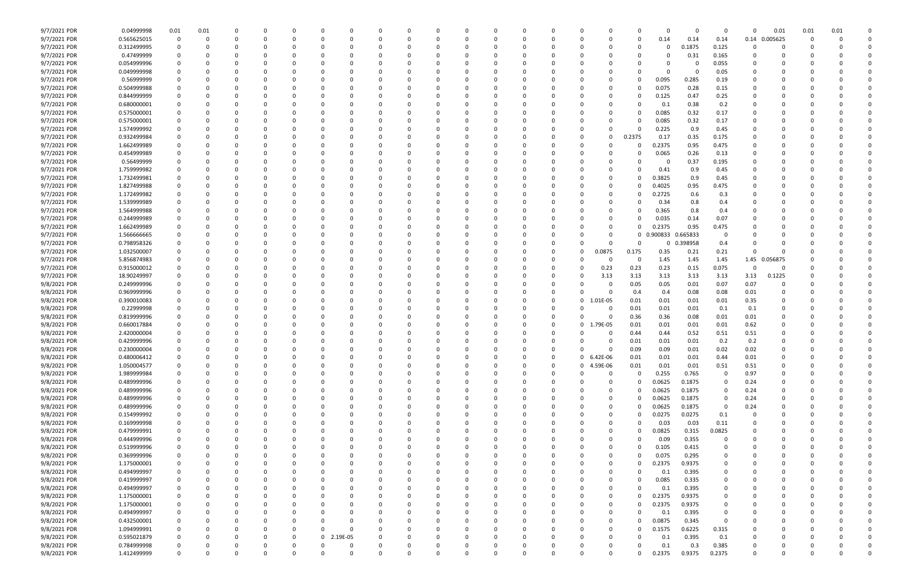| | | | | | | | | | | | | | | | | | | | | | | | | | | | | | | | |
|---|---|---|---|---|---|---|---|---|---|---|---|---|---|---|---|---|---|---|---|---|---|---|---|---|---|---|---|---|---|---|---|
| 9/7/2021 PDR | 0.04999998 | 0.01 | 0.01 | 0 | 0 | 0 | 0 | 0 | 0 | 0 | 0 | 0 | 0 | 0 | 0 | 0 | 0 | 0 | 0 | 0 | 0 | 0 | 0 | 0 | 0 | 0 | 0 | 0.01 | 0.01 | 0.01 | 0 |
| 9/7/2021 PDR | 0.565625015 | 0 | 0 | 0 | 0 | 0 | 0 | 0 | 0 | 0 | 0 | 0 | 0 | 0 | 0 | 0 | 0 | 0 | 0 | 0 | 0 | 0 | 0 | 0.14 | 0.14 | 0.14 | 0.14 | 0.005625 | 0 | 0 | 0 |
| 9/7/2021 PDR | 0.312499995 | 0 | 0 | 0 | 0 | 0 | 0 | 0 | 0 | 0 | 0 | 0 | 0 | 0 | 0 | 0 | 0 | 0 | 0 | 0 | 0 | 0 | 0 | 0 | 0.1875 | 0.125 | 0 | 0 | 0 | 0 | 0 |
| 9/7/2021 PDR | 0.47499999 | 0 | 0 | 0 | 0 | 0 | 0 | 0 | 0 | 0 | 0 | 0 | 0 | 0 | 0 | 0 | 0 | 0 | 0 | 0 | 0 | 0 | 0 | 0 | 0.31 | 0.165 | 0 | 0 | 0 | 0 | 0 |
| 9/7/2021 PDR | 0.054999996 | 0 | 0 | 0 | 0 | 0 | 0 | 0 | 0 | 0 | 0 | 0 | 0 | 0 | 0 | 0 | 0 | 0 | 0 | 0 | 0 | 0 | 0 | 0 | 0 | 0.055 | 0 | 0 | 0 | 0 | 0 |
| 9/7/2021 PDR | 0.049999998 | 0 | 0 | 0 | 0 | 0 | 0 | 0 | 0 | 0 | 0 | 0 | 0 | 0 | 0 | 0 | 0 | 0 | 0 | 0 | 0 | 0 | 0 | 0 | 0 | 0.05 | 0 | 0 | 0 | 0 | 0 |
| 9/7/2021 PDR | 0.56999999 | 0 | 0 | 0 | 0 | 0 | 0 | 0 | 0 | 0 | 0 | 0 | 0 | 0 | 0 | 0 | 0 | 0 | 0 | 0 | 0 | 0 | 0 | 0.095 | 0.285 | 0.19 | 0 | 0 | 0 | 0 | 0 |
| 9/7/2021 PDR | 0.504999988 | 0 | 0 | 0 | 0 | 0 | 0 | 0 | 0 | 0 | 0 | 0 | 0 | 0 | 0 | 0 | 0 | 0 | 0 | 0 | 0 | 0 | 0 | 0.075 | 0.28 | 0.15 | 0 | 0 | 0 | 0 | 0 |
| 9/7/2021 PDR | 0.844999999 | 0 | 0 | 0 | 0 | 0 | 0 | 0 | 0 | 0 | 0 | 0 | 0 | 0 | 0 | 0 | 0 | 0 | 0 | 0 | 0 | 0 | 0 | 0.125 | 0.47 | 0.25 | 0 | 0 | 0 | 0 | 0 |
| 9/7/2021 PDR | 0.680000001 | 0 | 0 | 0 | 0 | 0 | 0 | 0 | 0 | 0 | 0 | 0 | 0 | 0 | 0 | 0 | 0 | 0 | 0 | 0 | 0 | 0 | 0 | 0.1 | 0.38 | 0.2 | 0 | 0 | 0 | 0 | 0 |
| 9/7/2021 PDR | 0.575000001 | 0 | 0 | 0 | 0 | 0 | 0 | 0 | 0 | 0 | 0 | 0 | 0 | 0 | 0 | 0 | 0 | 0 | 0 | 0 | 0 | 0 | 0 | 0.085 | 0.32 | 0.17 | 0 | 0 | 0 | 0 | 0 |
| 9/7/2021 PDR | 0.575000001 | 0 | 0 | 0 | 0 | 0 | 0 | 0 | 0 | 0 | 0 | 0 | 0 | 0 | 0 | 0 | 0 | 0 | 0 | 0 | 0 | 0 | 0 | 0.085 | 0.32 | 0.17 | 0 | 0 | 0 | 0 | 0 |
| 9/7/2021 PDR | 1.574999992 | 0 | 0 | 0 | 0 | 0 | 0 | 0 | 0 | 0 | 0 | 0 | 0 | 0 | 0 | 0 | 0 | 0 | 0 | 0 | 0 | 0 | 0 | 0.225 | 0.9 | 0.45 | 0 | 0 | 0 | 0 | 0 |
| 9/7/2021 PDR | 0.932499984 | 0 | 0 | 0 | 0 | 0 | 0 | 0 | 0 | 0 | 0 | 0 | 0 | 0 | 0 | 0 | 0 | 0 | 0 | 0 | 0 | 0 | 0.2375 | 0.17 | 0.35 | 0.175 | 0 | 0 | 0 | 0 | 0 |
| 9/7/2021 PDR | 1.662499989 | 0 | 0 | 0 | 0 | 0 | 0 | 0 | 0 | 0 | 0 | 0 | 0 | 0 | 0 | 0 | 0 | 0 | 0 | 0 | 0 | 0 | 0 | 0.2375 | 0.95 | 0.475 | 0 | 0 | 0 | 0 | 0 |
| 9/7/2021 PDR | 0.454999989 | 0 | 0 | 0 | 0 | 0 | 0 | 0 | 0 | 0 | 0 | 0 | 0 | 0 | 0 | 0 | 0 | 0 | 0 | 0 | 0 | 0 | 0 | 0.065 | 0.26 | 0.13 | 0 | 0 | 0 | 0 | 0 |
| 9/7/2021 PDR | 0.56499999 | 0 | 0 | 0 | 0 | 0 | 0 | 0 | 0 | 0 | 0 | 0 | 0 | 0 | 0 | 0 | 0 | 0 | 0 | 0 | 0 | 0 | 0 | 0 | 0.37 | 0.195 | 0 | 0 | 0 | 0 | 0 |
| 9/7/2021 PDR | 1.759999982 | 0 | 0 | 0 | 0 | 0 | 0 | 0 | 0 | 0 | 0 | 0 | 0 | 0 | 0 | 0 | 0 | 0 | 0 | 0 | 0 | 0 | 0 | 0.41 | 0.9 | 0.45 | 0 | 0 | 0 | 0 | 0 |
| 9/7/2021 PDR | 1.732499981 | 0 | 0 | 0 | 0 | 0 | 0 | 0 | 0 | 0 | 0 | 0 | 0 | 0 | 0 | 0 | 0 | 0 | 0 | 0 | 0 | 0 | 0 | 0.3825 | 0.9 | 0.45 | 0 | 0 | 0 | 0 | 0 |
| 9/7/2021 PDR | 1.827499988 | 0 | 0 | 0 | 0 | 0 | 0 | 0 | 0 | 0 | 0 | 0 | 0 | 0 | 0 | 0 | 0 | 0 | 0 | 0 | 0 | 0 | 0 | 0.4025 | 0.95 | 0.475 | 0 | 0 | 0 | 0 | 0 |
| 9/7/2021 PDR | 1.172499982 | 0 | 0 | 0 | 0 | 0 | 0 | 0 | 0 | 0 | 0 | 0 | 0 | 0 | 0 | 0 | 0 | 0 | 0 | 0 | 0 | 0 | 0 | 0.2725 | 0.6 | 0.3 | 0 | 0 | 0 | 0 | 0 |
| 9/7/2021 PDR | 1.539999989 | 0 | 0 | 0 | 0 | 0 | 0 | 0 | 0 | 0 | 0 | 0 | 0 | 0 | 0 | 0 | 0 | 0 | 0 | 0 | 0 | 0 | 0 | 0.34 | 0.8 | 0.4 | 0 | 0 | 0 | 0 | 0 |
| 9/7/2021 PDR | 1.564999988 | 0 | 0 | 0 | 0 | 0 | 0 | 0 | 0 | 0 | 0 | 0 | 0 | 0 | 0 | 0 | 0 | 0 | 0 | 0 | 0 | 0 | 0 | 0.365 | 0.8 | 0.4 | 0 | 0 | 0 | 0 | 0 |
| 9/7/2021 PDR | 0.244999989 | 0 | 0 | 0 | 0 | 0 | 0 | 0 | 0 | 0 | 0 | 0 | 0 | 0 | 0 | 0 | 0 | 0 | 0 | 0 | 0 | 0 | 0 | 0.035 | 0.14 | 0.07 | 0 | 0 | 0 | 0 | 0 |
| 9/7/2021 PDR | 1.662499989 | 0 | 0 | 0 | 0 | 0 | 0 | 0 | 0 | 0 | 0 | 0 | 0 | 0 | 0 | 0 | 0 | 0 | 0 | 0 | 0 | 0 | 0 | 0.2375 | 0.95 | 0.475 | 0 | 0 | 0 | 0 | 0 |
| 9/7/2021 PDR | 1.566666665 | 0 | 0 | 0 | 0 | 0 | 0 | 0 | 0 | 0 | 0 | 0 | 0 | 0 | 0 | 0 | 0 | 0 | 0 | 0 | 0 | 0 | 0 | 0.900833 | 0.665833 | 0 | 0 | 0 | 0 | 0 | 0 |
| 9/7/2021 PDR | 0.798958326 | 0 | 0 | 0 | 0 | 0 | 0 | 0 | 0 | 0 | 0 | 0 | 0 | 0 | 0 | 0 | 0 | 0 | 0 | 0 | 0 | 0 | 0 | 0 | 0.398958 | 0.4 | 0 | 0 | 0 | 0 | 0 |
| 9/7/2021 PDR | 1.032500007 | 0 | 0 | 0 | 0 | 0 | 0 | 0 | 0 | 0 | 0 | 0 | 0 | 0 | 0 | 0 | 0 | 0 | 0 | 0 | 0 | 0.0875 | 0.175 | 0.35 | 0.21 | 0.21 | 0 | 0 | 0 | 0 | 0 |
| 9/7/2021 PDR | 5.856874983 | 0 | 0 | 0 | 0 | 0 | 0 | 0 | 0 | 0 | 0 | 0 | 0 | 0 | 0 | 0 | 0 | 0 | 0 | 0 | 0 | 0 | 0 | 1.45 | 1.45 | 1.45 | 1.45 | 0.056875 | 0 | 0 | 0 |
| 9/7/2021 PDR | 0.915000012 | 0 | 0 | 0 | 0 | 0 | 0 | 0 | 0 | 0 | 0 | 0 | 0 | 0 | 0 | 0 | 0 | 0 | 0 | 0 | 0 | 0.23 | 0.23 | 0.23 | 0.15 | 0.075 | 0 | 0 | 0 | 0 | 0 |
| 9/7/2021 PDR | 18.90249997 | 0 | 0 | 0 | 0 | 0 | 0 | 0 | 0 | 0 | 0 | 0 | 0 | 0 | 0 | 0 | 0 | 0 | 0 | 0 | 0 | 3.13 | 3.13 | 3.13 | 3.13 | 3.13 | 3.13 | 0.1225 | 0 | 0 | 0 |
| 9/8/2021 PDR | 0.249999996 | 0 | 0 | 0 | 0 | 0 | 0 | 0 | 0 | 0 | 0 | 0 | 0 | 0 | 0 | 0 | 0 | 0 | 0 | 0 | 0 | 0 | 0.05 | 0.05 | 0.01 | 0.07 | 0.07 | 0 | 0 | 0 | 0 |
| 9/8/2021 PDR | 0.969999996 | 0 | 0 | 0 | 0 | 0 | 0 | 0 | 0 | 0 | 0 | 0 | 0 | 0 | 0 | 0 | 0 | 0 | 0 | 0 | 0 | 0 | 0.4 | 0.4 | 0.08 | 0.08 | 0.01 | 0 | 0 | 0 | 0 |
| 9/8/2021 PDR | 0.390010083 | 0 | 0 | 0 | 0 | 0 | 0 | 0 | 0 | 0 | 0 | 0 | 0 | 0 | 0 | 0 | 0 | 0 | 0 | 0 | 0 | 1.01E-05 | 0.01 | 0.01 | 0.01 | 0.01 | 0.35 | 0 | 0 | 0 | 0 |
| 9/8/2021 PDR | 0.22999998 | 0 | 0 | 0 | 0 | 0 | 0 | 0 | 0 | 0 | 0 | 0 | 0 | 0 | 0 | 0 | 0 | 0 | 0 | 0 | 0 | 0 | 0.01 | 0.01 | 0.01 | 0.1 | 0.1 | 0 | 0 | 0 | 0 |
| 9/8/2021 PDR | 0.819999996 | 0 | 0 | 0 | 0 | 0 | 0 | 0 | 0 | 0 | 0 | 0 | 0 | 0 | 0 | 0 | 0 | 0 | 0 | 0 | 0 | 0 | 0.36 | 0.36 | 0.08 | 0.01 | 0.01 | 0 | 0 | 0 | 0 |
| 9/8/2021 PDR | 0.660017884 | 0 | 0 | 0 | 0 | 0 | 0 | 0 | 0 | 0 | 0 | 0 | 0 | 0 | 0 | 0 | 0 | 0 | 0 | 0 | 0 | 1.79E-05 | 0.01 | 0.01 | 0.01 | 0.01 | 0.62 | 0 | 0 | 0 | 0 |
| 9/8/2021 PDR | 2.420000004 | 0 | 0 | 0 | 0 | 0 | 0 | 0 | 0 | 0 | 0 | 0 | 0 | 0 | 0 | 0 | 0 | 0 | 0 | 0 | 0 | 0 | 0.44 | 0.44 | 0.52 | 0.51 | 0.51 | 0 | 0 | 0 | 0 |
| 9/8/2021 PDR | 0.429999996 | 0 | 0 | 0 | 0 | 0 | 0 | 0 | 0 | 0 | 0 | 0 | 0 | 0 | 0 | 0 | 0 | 0 | 0 | 0 | 0 | 0 | 0.01 | 0.01 | 0.01 | 0.2 | 0.2 | 0 | 0 | 0 | 0 |
| 9/8/2021 PDR | 0.230000004 | 0 | 0 | 0 | 0 | 0 | 0 | 0 | 0 | 0 | 0 | 0 | 0 | 0 | 0 | 0 | 0 | 0 | 0 | 0 | 0 | 0 | 0.09 | 0.09 | 0.01 | 0.02 | 0.02 | 0 | 0 | 0 | 0 |
| 9/8/2021 PDR | 0.480006412 | 0 | 0 | 0 | 0 | 0 | 0 | 0 | 0 | 0 | 0 | 0 | 0 | 0 | 0 | 0 | 0 | 0 | 0 | 0 | 0 | 6.42E-06 | 0.01 | 0.01 | 0.01 | 0.44 | 0.01 | 0 | 0 | 0 | 0 |
| 9/8/2021 PDR | 1.050004577 | 0 | 0 | 0 | 0 | 0 | 0 | 0 | 0 | 0 | 0 | 0 | 0 | 0 | 0 | 0 | 0 | 0 | 0 | 0 | 0 | 4.59E-06 | 0.01 | 0.01 | 0.01 | 0.51 | 0.51 | 0 | 0 | 0 | 0 |
| 9/8/2021 PDR | 1.989999984 | 0 | 0 | 0 | 0 | 0 | 0 | 0 | 0 | 0 | 0 | 0 | 0 | 0 | 0 | 0 | 0 | 0 | 0 | 0 | 0 | 0 | 0 | 0.255 | 0.765 | 0 | 0.97 | 0 | 0 | 0 | 0 |
| 9/8/2021 PDR | 0.489999996 | 0 | 0 | 0 | 0 | 0 | 0 | 0 | 0 | 0 | 0 | 0 | 0 | 0 | 0 | 0 | 0 | 0 | 0 | 0 | 0 | 0 | 0 | 0.0625 | 0.1875 | 0 | 0.24 | 0 | 0 | 0 | 0 |
| 9/8/2021 PDR | 0.489999996 | 0 | 0 | 0 | 0 | 0 | 0 | 0 | 0 | 0 | 0 | 0 | 0 | 0 | 0 | 0 | 0 | 0 | 0 | 0 | 0 | 0 | 0 | 0.0625 | 0.1875 | 0 | 0.24 | 0 | 0 | 0 | 0 |
| 9/8/2021 PDR | 0.489999996 | 0 | 0 | 0 | 0 | 0 | 0 | 0 | 0 | 0 | 0 | 0 | 0 | 0 | 0 | 0 | 0 | 0 | 0 | 0 | 0 | 0 | 0 | 0.0625 | 0.1875 | 0 | 0.24 | 0 | 0 | 0 | 0 |
| 9/8/2021 PDR | 0.489999996 | 0 | 0 | 0 | 0 | 0 | 0 | 0 | 0 | 0 | 0 | 0 | 0 | 0 | 0 | 0 | 0 | 0 | 0 | 0 | 0 | 0 | 0 | 0.0625 | 0.1875 | 0 | 0.24 | 0 | 0 | 0 | 0 |
| 9/8/2021 PDR | 0.154999992 | 0 | 0 | 0 | 0 | 0 | 0 | 0 | 0 | 0 | 0 | 0 | 0 | 0 | 0 | 0 | 0 | 0 | 0 | 0 | 0 | 0 | 0 | 0.0275 | 0.0275 | 0.1 | 0 | 0 | 0 | 0 | 0 |
| 9/8/2021 PDR | 0.169999998 | 0 | 0 | 0 | 0 | 0 | 0 | 0 | 0 | 0 | 0 | 0 | 0 | 0 | 0 | 0 | 0 | 0 | 0 | 0 | 0 | 0 | 0 | 0.03 | 0.03 | 0.11 | 0 | 0 | 0 | 0 | 0 |
| 9/8/2021 PDR | 0.479999991 | 0 | 0 | 0 | 0 | 0 | 0 | 0 | 0 | 0 | 0 | 0 | 0 | 0 | 0 | 0 | 0 | 0 | 0 | 0 | 0 | 0 | 0 | 0.0825 | 0.315 | 0.0825 | 0 | 0 | 0 | 0 | 0 |
| 9/8/2021 PDR | 0.444999996 | 0 | 0 | 0 | 0 | 0 | 0 | 0 | 0 | 0 | 0 | 0 | 0 | 0 | 0 | 0 | 0 | 0 | 0 | 0 | 0 | 0 | 0 | 0.09 | 0.355 | 0 | 0 | 0 | 0 | 0 | 0 |
| 9/8/2021 PDR | 0.519999996 | 0 | 0 | 0 | 0 | 0 | 0 | 0 | 0 | 0 | 0 | 0 | 0 | 0 | 0 | 0 | 0 | 0 | 0 | 0 | 0 | 0 | 0 | 0.105 | 0.415 | 0 | 0 | 0 | 0 | 0 | 0 |
| 9/8/2021 PDR | 0.369999996 | 0 | 0 | 0 | 0 | 0 | 0 | 0 | 0 | 0 | 0 | 0 | 0 | 0 | 0 | 0 | 0 | 0 | 0 | 0 | 0 | 0 | 0 | 0.075 | 0.295 | 0 | 0 | 0 | 0 | 0 | 0 |
| 9/8/2021 PDR | 1.175000001 | 0 | 0 | 0 | 0 | 0 | 0 | 0 | 0 | 0 | 0 | 0 | 0 | 0 | 0 | 0 | 0 | 0 | 0 | 0 | 0 | 0 | 0 | 0.2375 | 0.9375 | 0 | 0 | 0 | 0 | 0 | 0 |
| 9/8/2021 PDR | 0.494999997 | 0 | 0 | 0 | 0 | 0 | 0 | 0 | 0 | 0 | 0 | 0 | 0 | 0 | 0 | 0 | 0 | 0 | 0 | 0 | 0 | 0 | 0 | 0.1 | 0.395 | 0 | 0 | 0 | 0 | 0 | 0 |
| 9/8/2021 PDR | 0.419999997 | 0 | 0 | 0 | 0 | 0 | 0 | 0 | 0 | 0 | 0 | 0 | 0 | 0 | 0 | 0 | 0 | 0 | 0 | 0 | 0 | 0 | 0 | 0.085 | 0.335 | 0 | 0 | 0 | 0 | 0 | 0 |
| 9/8/2021 PDR | 0.494999997 | 0 | 0 | 0 | 0 | 0 | 0 | 0 | 0 | 0 | 0 | 0 | 0 | 0 | 0 | 0 | 0 | 0 | 0 | 0 | 0 | 0 | 0 | 0.1 | 0.395 | 0 | 0 | 0 | 0 | 0 | 0 |
| 9/8/2021 PDR | 1.175000001 | 0 | 0 | 0 | 0 | 0 | 0 | 0 | 0 | 0 | 0 | 0 | 0 | 0 | 0 | 0 | 0 | 0 | 0 | 0 | 0 | 0 | 0 | 0.2375 | 0.9375 | 0 | 0 | 0 | 0 | 0 | 0 |
| 9/8/2021 PDR | 1.175000001 | 0 | 0 | 0 | 0 | 0 | 0 | 0 | 0 | 0 | 0 | 0 | 0 | 0 | 0 | 0 | 0 | 0 | 0 | 0 | 0 | 0 | 0 | 0.2375 | 0.9375 | 0 | 0 | 0 | 0 | 0 | 0 |
| 9/8/2021 PDR | 0.494999997 | 0 | 0 | 0 | 0 | 0 | 0 | 0 | 0 | 0 | 0 | 0 | 0 | 0 | 0 | 0 | 0 | 0 | 0 | 0 | 0 | 0 | 0 | 0.1 | 0.395 | 0 | 0 | 0 | 0 | 0 | 0 |
| 9/8/2021 PDR | 0.432500001 | 0 | 0 | 0 | 0 | 0 | 0 | 0 | 0 | 0 | 0 | 0 | 0 | 0 | 0 | 0 | 0 | 0 | 0 | 0 | 0 | 0 | 0 | 0.0875 | 0.345 | 0 | 0 | 0 | 0 | 0 | 0 |
| 9/8/2021 PDR | 1.094999991 | 0 | 0 | 0 | 0 | 0 | 0 | 0 | 0 | 0 | 0 | 0 | 0 | 0 | 0 | 0 | 0 | 0 | 0 | 0 | 0 | 0 | 0 | 0.1575 | 0.6225 | 0.315 | 0 | 0 | 0 | 0 | 0 |
| 9/8/2021 PDR | 0.595021879 | 0 | 0 | 0 | 0 | 0 | 0 | 2.19E-05 | 0 | 0 | 0 | 0 | 0 | 0 | 0 | 0 | 0 | 0 | 0 | 0 | 0 | 0 | 0 | 0.1 | 0.395 | 0.1 | 0 | 0 | 0 | 0 | 0 |
| 9/8/2021 PDR | 0.784999998 | 0 | 0 | 0 | 0 | 0 | 0 | 0 | 0 | 0 | 0 | 0 | 0 | 0 | 0 | 0 | 0 | 0 | 0 | 0 | 0 | 0 | 0 | 0.1 | 0.3 | 0.385 | 0 | 0 | 0 | 0 | 0 |
| 9/8/2021 PDR | 1.412499999 | 0 | 0 | 0 | 0 | 0 | 0 | 0 | 0 | 0 | 0 | 0 | 0 | 0 | 0 | 0 | 0 | 0 | 0 | 0 | 0 | 0 | 0 | 0.2375 | 0.9375 | 0.2375 | 0 | 0 | 0 | 0 | 0 |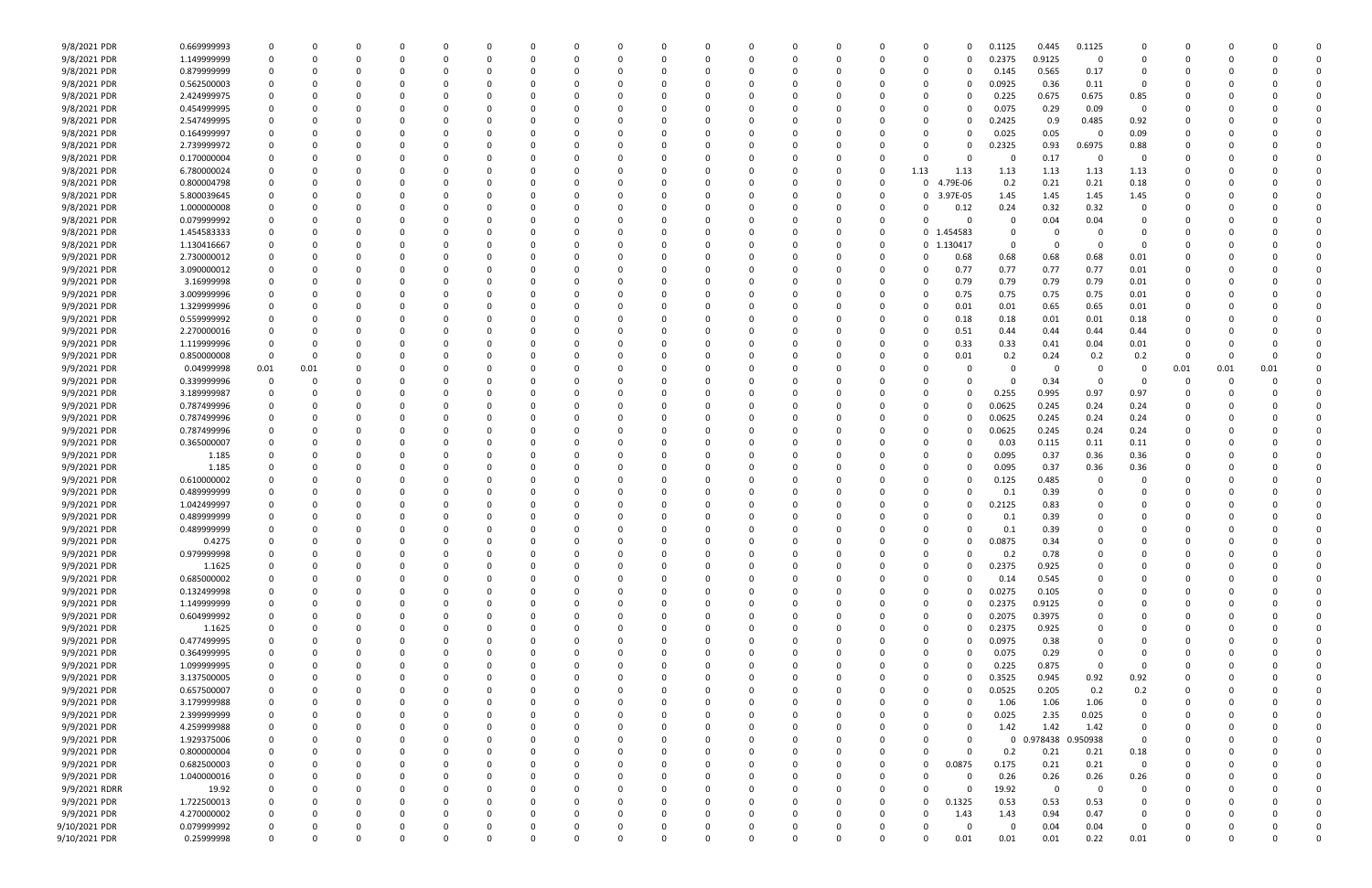| | | | | | | | | | | | | | | | | | | | | | | | | | | | |
|---|---|---|---|---|---|---|---|---|---|---|---|---|---|---|---|---|---|---|---|---|---|---|---|---|---|---|---|
| 9/8/2021 PDR | 0.669999993 | 0 | 0 | 0 | 0 | 0 | 0 | 0 | 0 | 0 | 0 | 0 | 0 | 0 | 0 | 0 | 0 | 0 | 0 | 0.1125 | 0.445 | 0.1125 | 0 | 0 | 0 | 0 | 0 |
| 9/8/2021 PDR | 1.149999999 | 0 | 0 | 0 | 0 | 0 | 0 | 0 | 0 | 0 | 0 | 0 | 0 | 0 | 0 | 0 | 0 | 0 | 0 | 0.2375 | 0.9125 | 0 | 0 | 0 | 0 | 0 | 0 |
| 9/8/2021 PDR | 0.879999999 | 0 | 0 | 0 | 0 | 0 | 0 | 0 | 0 | 0 | 0 | 0 | 0 | 0 | 0 | 0 | 0 | 0 | 0 | 0.145 | 0.565 | 0.17 | 0 | 0 | 0 | 0 | 0 |
| 9/8/2021 PDR | 0.562500003 | 0 | 0 | 0 | 0 | 0 | 0 | 0 | 0 | 0 | 0 | 0 | 0 | 0 | 0 | 0 | 0 | 0 | 0 | 0.0925 | 0.36 | 0.11 | 0 | 0 | 0 | 0 | 0 |
| 9/8/2021 PDR | 2.424999975 | 0 | 0 | 0 | 0 | 0 | 0 | 0 | 0 | 0 | 0 | 0 | 0 | 0 | 0 | 0 | 0 | 0 | 0 | 0.225 | 0.675 | 0.675 | 0.85 | 0 | 0 | 0 | 0 |
| 9/8/2021 PDR | 0.454999995 | 0 | 0 | 0 | 0 | 0 | 0 | 0 | 0 | 0 | 0 | 0 | 0 | 0 | 0 | 0 | 0 | 0 | 0 | 0.075 | 0.29 | 0.09 | 0 | 0 | 0 | 0 | 0 |
| 9/8/2021 PDR | 2.547499995 | 0 | 0 | 0 | 0 | 0 | 0 | 0 | 0 | 0 | 0 | 0 | 0 | 0 | 0 | 0 | 0 | 0 | 0 | 0.2425 | 0.9 | 0.485 | 0.92 | 0 | 0 | 0 | 0 |
| 9/8/2021 PDR | 0.164999997 | 0 | 0 | 0 | 0 | 0 | 0 | 0 | 0 | 0 | 0 | 0 | 0 | 0 | 0 | 0 | 0 | 0 | 0 | 0.025 | 0.05 | 0 | 0.09 | 0 | 0 | 0 | 0 |
| 9/8/2021 PDR | 2.739999972 | 0 | 0 | 0 | 0 | 0 | 0 | 0 | 0 | 0 | 0 | 0 | 0 | 0 | 0 | 0 | 0 | 0 | 0 | 0.2325 | 0.93 | 0.6975 | 0.88 | 0 | 0 | 0 | 0 |
| 9/8/2021 PDR | 0.170000004 | 0 | 0 | 0 | 0 | 0 | 0 | 0 | 0 | 0 | 0 | 0 | 0 | 0 | 0 | 0 | 0 | 0 | 0 | 0 | 0.17 | 0 | 0 | 0 | 0 | 0 | 0 |
| 9/8/2021 PDR | 6.780000024 | 0 | 0 | 0 | 0 | 0 | 0 | 0 | 0 | 0 | 0 | 0 | 0 | 0 | 0 | 0 | 0 | 1.13 | 1.13 | 1.13 | 1.13 | 1.13 | 1.13 | 0 | 0 | 0 | 0 |
| 9/8/2021 PDR | 0.800004798 | 0 | 0 | 0 | 0 | 0 | 0 | 0 | 0 | 0 | 0 | 0 | 0 | 0 | 0 | 0 | 0 | 0 | 4.79E-06 | 0.2 | 0.21 | 0.21 | 0.18 | 0 | 0 | 0 | 0 |
| 9/8/2021 PDR | 5.800039645 | 0 | 0 | 0 | 0 | 0 | 0 | 0 | 0 | 0 | 0 | 0 | 0 | 0 | 0 | 0 | 0 | 0 | 3.97E-05 | 1.45 | 1.45 | 1.45 | 1.45 | 0 | 0 | 0 | 0 |
| 9/8/2021 PDR | 1.000000008 | 0 | 0 | 0 | 0 | 0 | 0 | 0 | 0 | 0 | 0 | 0 | 0 | 0 | 0 | 0 | 0 | 0 | 0.12 | 0.24 | 0.32 | 0.32 | 0 | 0 | 0 | 0 | 0 |
| 9/8/2021 PDR | 0.079999992 | 0 | 0 | 0 | 0 | 0 | 0 | 0 | 0 | 0 | 0 | 0 | 0 | 0 | 0 | 0 | 0 | 0 | 0 | 0 | 0.04 | 0.04 | 0 | 0 | 0 | 0 | 0 |
| 9/8/2021 PDR | 1.454583333 | 0 | 0 | 0 | 0 | 0 | 0 | 0 | 0 | 0 | 0 | 0 | 0 | 0 | 0 | 0 | 0 | 0 | 1.454583 | 0 | 0 | 0 | 0 | 0 | 0 | 0 | 0 |
| 9/8/2021 PDR | 1.130416667 | 0 | 0 | 0 | 0 | 0 | 0 | 0 | 0 | 0 | 0 | 0 | 0 | 0 | 0 | 0 | 0 | 0 | 1.130417 | 0 | 0 | 0 | 0 | 0 | 0 | 0 | 0 |
| 9/9/2021 PDR | 2.730000012 | 0 | 0 | 0 | 0 | 0 | 0 | 0 | 0 | 0 | 0 | 0 | 0 | 0 | 0 | 0 | 0 | 0 | 0.68 | 0.68 | 0.68 | 0.68 | 0.01 | 0 | 0 | 0 | 0 |
| 9/9/2021 PDR | 3.090000012 | 0 | 0 | 0 | 0 | 0 | 0 | 0 | 0 | 0 | 0 | 0 | 0 | 0 | 0 | 0 | 0 | 0 | 0.77 | 0.77 | 0.77 | 0.77 | 0.01 | 0 | 0 | 0 | 0 |
| 9/9/2021 PDR | 3.16999998 | 0 | 0 | 0 | 0 | 0 | 0 | 0 | 0 | 0 | 0 | 0 | 0 | 0 | 0 | 0 | 0 | 0 | 0.79 | 0.79 | 0.79 | 0.79 | 0.01 | 0 | 0 | 0 | 0 |
| 9/9/2021 PDR | 3.009999996 | 0 | 0 | 0 | 0 | 0 | 0 | 0 | 0 | 0 | 0 | 0 | 0 | 0 | 0 | 0 | 0 | 0 | 0.75 | 0.75 | 0.75 | 0.75 | 0.01 | 0 | 0 | 0 | 0 |
| 9/9/2021 PDR | 1.329999996 | 0 | 0 | 0 | 0 | 0 | 0 | 0 | 0 | 0 | 0 | 0 | 0 | 0 | 0 | 0 | 0 | 0 | 0.01 | 0.01 | 0.65 | 0.65 | 0.01 | 0 | 0 | 0 | 0 |
| 9/9/2021 PDR | 0.559999992 | 0 | 0 | 0 | 0 | 0 | 0 | 0 | 0 | 0 | 0 | 0 | 0 | 0 | 0 | 0 | 0 | 0 | 0.18 | 0.18 | 0.01 | 0.01 | 0.18 | 0 | 0 | 0 | 0 |
| 9/9/2021 PDR | 2.270000016 | 0 | 0 | 0 | 0 | 0 | 0 | 0 | 0 | 0 | 0 | 0 | 0 | 0 | 0 | 0 | 0 | 0 | 0.51 | 0.44 | 0.44 | 0.44 | 0.44 | 0 | 0 | 0 | 0 |
| 9/9/2021 PDR | 1.119999996 | 0 | 0 | 0 | 0 | 0 | 0 | 0 | 0 | 0 | 0 | 0 | 0 | 0 | 0 | 0 | 0 | 0 | 0.33 | 0.33 | 0.41 | 0.04 | 0.01 | 0 | 0 | 0 | 0 |
| 9/9/2021 PDR | 0.850000008 | 0 | 0 | 0 | 0 | 0 | 0 | 0 | 0 | 0 | 0 | 0 | 0 | 0 | 0 | 0 | 0 | 0 | 0.01 | 0.2 | 0.24 | 0.2 | 0.2 | 0 | 0 | 0 | 0 |
| 9/9/2021 PDR | 0.04999998 | 0.01 | 0.01 | 0 | 0 | 0 | 0 | 0 | 0 | 0 | 0 | 0 | 0 | 0 | 0 | 0 | 0 | 0 | 0 | 0 | 0 | 0 | 0 | 0.01 | 0.01 | 0.01 | 0 |
| 9/9/2021 PDR | 0.339999996 | 0 | 0 | 0 | 0 | 0 | 0 | 0 | 0 | 0 | 0 | 0 | 0 | 0 | 0 | 0 | 0 | 0 | 0 | 0 | 0.34 | 0 | 0 | 0 | 0 | 0 | 0 |
| 9/9/2021 PDR | 3.189999987 | 0 | 0 | 0 | 0 | 0 | 0 | 0 | 0 | 0 | 0 | 0 | 0 | 0 | 0 | 0 | 0 | 0 | 0 | 0.255 | 0.995 | 0.97 | 0.97 | 0 | 0 | 0 | 0 |
| 9/9/2021 PDR | 0.787499996 | 0 | 0 | 0 | 0 | 0 | 0 | 0 | 0 | 0 | 0 | 0 | 0 | 0 | 0 | 0 | 0 | 0 | 0 | 0.0625 | 0.245 | 0.24 | 0.24 | 0 | 0 | 0 | 0 |
| 9/9/2021 PDR | 0.787499996 | 0 | 0 | 0 | 0 | 0 | 0 | 0 | 0 | 0 | 0 | 0 | 0 | 0 | 0 | 0 | 0 | 0 | 0 | 0.0625 | 0.245 | 0.24 | 0.24 | 0 | 0 | 0 | 0 |
| 9/9/2021 PDR | 0.787499996 | 0 | 0 | 0 | 0 | 0 | 0 | 0 | 0 | 0 | 0 | 0 | 0 | 0 | 0 | 0 | 0 | 0 | 0 | 0.0625 | 0.245 | 0.24 | 0.24 | 0 | 0 | 0 | 0 |
| 9/9/2021 PDR | 0.365000007 | 0 | 0 | 0 | 0 | 0 | 0 | 0 | 0 | 0 | 0 | 0 | 0 | 0 | 0 | 0 | 0 | 0 | 0 | 0.03 | 0.115 | 0.11 | 0.11 | 0 | 0 | 0 | 0 |
| 9/9/2021 PDR | 1.185 | 0 | 0 | 0 | 0 | 0 | 0 | 0 | 0 | 0 | 0 | 0 | 0 | 0 | 0 | 0 | 0 | 0 | 0 | 0.095 | 0.37 | 0.36 | 0.36 | 0 | 0 | 0 | 0 |
| 9/9/2021 PDR | 1.185 | 0 | 0 | 0 | 0 | 0 | 0 | 0 | 0 | 0 | 0 | 0 | 0 | 0 | 0 | 0 | 0 | 0 | 0 | 0.095 | 0.37 | 0.36 | 0.36 | 0 | 0 | 0 | 0 |
| 9/9/2021 PDR | 0.610000002 | 0 | 0 | 0 | 0 | 0 | 0 | 0 | 0 | 0 | 0 | 0 | 0 | 0 | 0 | 0 | 0 | 0 | 0 | 0.125 | 0.485 | 0 | 0 | 0 | 0 | 0 | 0 |
| 9/9/2021 PDR | 0.489999999 | 0 | 0 | 0 | 0 | 0 | 0 | 0 | 0 | 0 | 0 | 0 | 0 | 0 | 0 | 0 | 0 | 0 | 0 | 0.1 | 0.39 | 0 | 0 | 0 | 0 | 0 | 0 |
| 9/9/2021 PDR | 1.042499997 | 0 | 0 | 0 | 0 | 0 | 0 | 0 | 0 | 0 | 0 | 0 | 0 | 0 | 0 | 0 | 0 | 0 | 0 | 0.2125 | 0.83 | 0 | 0 | 0 | 0 | 0 | 0 |
| 9/9/2021 PDR | 0.489999999 | 0 | 0 | 0 | 0 | 0 | 0 | 0 | 0 | 0 | 0 | 0 | 0 | 0 | 0 | 0 | 0 | 0 | 0 | 0.1 | 0.39 | 0 | 0 | 0 | 0 | 0 | 0 |
| 9/9/2021 PDR | 0.489999999 | 0 | 0 | 0 | 0 | 0 | 0 | 0 | 0 | 0 | 0 | 0 | 0 | 0 | 0 | 0 | 0 | 0 | 0 | 0.1 | 0.39 | 0 | 0 | 0 | 0 | 0 | 0 |
| 9/9/2021 PDR | 0.4275 | 0 | 0 | 0 | 0 | 0 | 0 | 0 | 0 | 0 | 0 | 0 | 0 | 0 | 0 | 0 | 0 | 0 | 0 | 0.0875 | 0.34 | 0 | 0 | 0 | 0 | 0 | 0 |
| 9/9/2021 PDR | 0.979999998 | 0 | 0 | 0 | 0 | 0 | 0 | 0 | 0 | 0 | 0 | 0 | 0 | 0 | 0 | 0 | 0 | 0 | 0 | 0.2 | 0.78 | 0 | 0 | 0 | 0 | 0 | 0 |
| 9/9/2021 PDR | 1.1625 | 0 | 0 | 0 | 0 | 0 | 0 | 0 | 0 | 0 | 0 | 0 | 0 | 0 | 0 | 0 | 0 | 0 | 0 | 0.2375 | 0.925 | 0 | 0 | 0 | 0 | 0 | 0 |
| 9/9/2021 PDR | 0.685000002 | 0 | 0 | 0 | 0 | 0 | 0 | 0 | 0 | 0 | 0 | 0 | 0 | 0 | 0 | 0 | 0 | 0 | 0 | 0.14 | 0.545 | 0 | 0 | 0 | 0 | 0 | 0 |
| 9/9/2021 PDR | 0.132499998 | 0 | 0 | 0 | 0 | 0 | 0 | 0 | 0 | 0 | 0 | 0 | 0 | 0 | 0 | 0 | 0 | 0 | 0 | 0.0275 | 0.105 | 0 | 0 | 0 | 0 | 0 | 0 |
| 9/9/2021 PDR | 1.149999999 | 0 | 0 | 0 | 0 | 0 | 0 | 0 | 0 | 0 | 0 | 0 | 0 | 0 | 0 | 0 | 0 | 0 | 0 | 0.2375 | 0.9125 | 0 | 0 | 0 | 0 | 0 | 0 |
| 9/9/2021 PDR | 0.604999992 | 0 | 0 | 0 | 0 | 0 | 0 | 0 | 0 | 0 | 0 | 0 | 0 | 0 | 0 | 0 | 0 | 0 | 0 | 0.2075 | 0.3975 | 0 | 0 | 0 | 0 | 0 | 0 |
| 9/9/2021 PDR | 1.1625 | 0 | 0 | 0 | 0 | 0 | 0 | 0 | 0 | 0 | 0 | 0 | 0 | 0 | 0 | 0 | 0 | 0 | 0 | 0.2375 | 0.925 | 0 | 0 | 0 | 0 | 0 | 0 |
| 9/9/2021 PDR | 0.477499995 | 0 | 0 | 0 | 0 | 0 | 0 | 0 | 0 | 0 | 0 | 0 | 0 | 0 | 0 | 0 | 0 | 0 | 0 | 0.0975 | 0.38 | 0 | 0 | 0 | 0 | 0 | 0 |
| 9/9/2021 PDR | 0.364999995 | 0 | 0 | 0 | 0 | 0 | 0 | 0 | 0 | 0 | 0 | 0 | 0 | 0 | 0 | 0 | 0 | 0 | 0 | 0.075 | 0.29 | 0 | 0 | 0 | 0 | 0 | 0 |
| 9/9/2021 PDR | 1.099999995 | 0 | 0 | 0 | 0 | 0 | 0 | 0 | 0 | 0 | 0 | 0 | 0 | 0 | 0 | 0 | 0 | 0 | 0 | 0.225 | 0.875 | 0 | 0 | 0 | 0 | 0 | 0 |
| 9/9/2021 PDR | 3.137500005 | 0 | 0 | 0 | 0 | 0 | 0 | 0 | 0 | 0 | 0 | 0 | 0 | 0 | 0 | 0 | 0 | 0 | 0 | 0.3525 | 0.945 | 0.92 | 0.92 | 0 | 0 | 0 | 0 |
| 9/9/2021 PDR | 0.657500007 | 0 | 0 | 0 | 0 | 0 | 0 | 0 | 0 | 0 | 0 | 0 | 0 | 0 | 0 | 0 | 0 | 0 | 0 | 0.0525 | 0.205 | 0.2 | 0.2 | 0 | 0 | 0 | 0 |
| 9/9/2021 PDR | 3.179999988 | 0 | 0 | 0 | 0 | 0 | 0 | 0 | 0 | 0 | 0 | 0 | 0 | 0 | 0 | 0 | 0 | 0 | 0 | 1.06 | 1.06 | 1.06 | 0 | 0 | 0 | 0 | 0 |
| 9/9/2021 PDR | 2.399999999 | 0 | 0 | 0 | 0 | 0 | 0 | 0 | 0 | 0 | 0 | 0 | 0 | 0 | 0 | 0 | 0 | 0 | 0 | 0.025 | 2.35 | 0.025 | 0 | 0 | 0 | 0 | 0 |
| 9/9/2021 PDR | 4.259999988 | 0 | 0 | 0 | 0 | 0 | 0 | 0 | 0 | 0 | 0 | 0 | 0 | 0 | 0 | 0 | 0 | 0 | 0 | 1.42 | 1.42 | 1.42 | 0 | 0 | 0 | 0 | 0 |
| 9/9/2021 PDR | 1.929375006 | 0 | 0 | 0 | 0 | 0 | 0 | 0 | 0 | 0 | 0 | 0 | 0 | 0 | 0 | 0 | 0 | 0 | 0 | 0 | 0.978438 | 0.950938 | 0 | 0 | 0 | 0 | 0 |
| 9/9/2021 PDR | 0.800000004 | 0 | 0 | 0 | 0 | 0 | 0 | 0 | 0 | 0 | 0 | 0 | 0 | 0 | 0 | 0 | 0 | 0 | 0 | 0.2 | 0.21 | 0.21 | 0.18 | 0 | 0 | 0 | 0 |
| 9/9/2021 PDR | 0.682500003 | 0 | 0 | 0 | 0 | 0 | 0 | 0 | 0 | 0 | 0 | 0 | 0 | 0 | 0 | 0 | 0 | 0 | 0.0875 | 0.175 | 0.21 | 0.21 | 0 | 0 | 0 | 0 | 0 |
| 9/9/2021 PDR | 1.040000016 | 0 | 0 | 0 | 0 | 0 | 0 | 0 | 0 | 0 | 0 | 0 | 0 | 0 | 0 | 0 | 0 | 0 | 0 | 0.26 | 0.26 | 0.26 | 0.26 | 0 | 0 | 0 | 0 |
| 9/9/2021 RDRR | 19.92 | 0 | 0 | 0 | 0 | 0 | 0 | 0 | 0 | 0 | 0 | 0 | 0 | 0 | 0 | 0 | 0 | 0 | 0 | 19.92 | 0 | 0 | 0 | 0 | 0 | 0 | 0 |
| 9/9/2021 PDR | 1.722500013 | 0 | 0 | 0 | 0 | 0 | 0 | 0 | 0 | 0 | 0 | 0 | 0 | 0 | 0 | 0 | 0 | 0 | 0.1325 | 0.53 | 0.53 | 0.53 | 0 | 0 | 0 | 0 | 0 |
| 9/9/2021 PDR | 4.270000002 | 0 | 0 | 0 | 0 | 0 | 0 | 0 | 0 | 0 | 0 | 0 | 0 | 0 | 0 | 0 | 0 | 0 | 1.43 | 1.43 | 0.94 | 0.47 | 0 | 0 | 0 | 0 | 0 |
| 9/10/2021 PDR | 0.079999992 | 0 | 0 | 0 | 0 | 0 | 0 | 0 | 0 | 0 | 0 | 0 | 0 | 0 | 0 | 0 | 0 | 0 | 0 | 0 | 0.04 | 0.04 | 0 | 0 | 0 | 0 | 0 |
| 9/10/2021 PDR | 0.25999998 | 0 | 0 | 0 | 0 | 0 | 0 | 0 | 0 | 0 | 0 | 0 | 0 | 0 | 0 | 0 | 0 | 0 | 0.01 | 0.01 | 0.01 | 0.22 | 0.01 | 0 | 0 | 0 | 0 |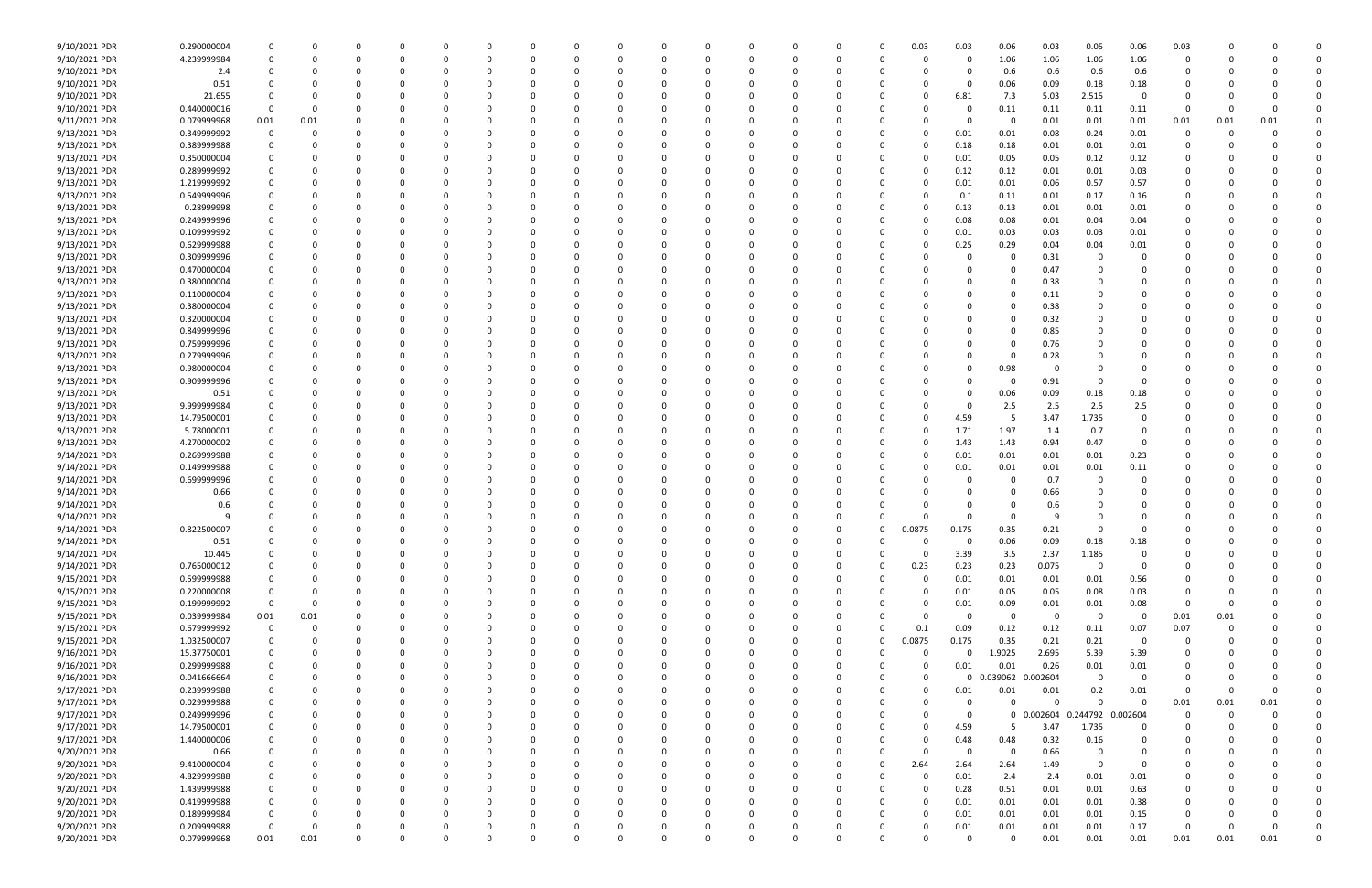| | | | | | | | | | | | | | | | | | | | | | | | | | | | |
|---|---|---|---|---|---|---|---|---|---|---|---|---|---|---|---|---|---|---|---|---|---|---|---|---|---|---|---|
| 9/10/2021 PDR | 0.290000004 | 0 | 0 | 0 | 0 | 0 | 0 | 0 | 0 | 0 | 0 | 0 | 0 | 0 | 0 | 0 | 0.03 | 0.03 | 0.06 | 0.03 | 0.05 | 0.06 | 0.03 | 0 | 0 | 0 | 0 |
| 9/10/2021 PDR | 4.239999984 | 0 | 0 | 0 | 0 | 0 | 0 | 0 | 0 | 0 | 0 | 0 | 0 | 0 | 0 | 0 | 0 | 0 | 1.06 | 1.06 | 1.06 | 1.06 | 0 | 0 | 0 | 0 | 0 |
| 9/10/2021 PDR | 2.4 | 0 | 0 | 0 | 0 | 0 | 0 | 0 | 0 | 0 | 0 | 0 | 0 | 0 | 0 | 0 | 0 | 0 | 0.6 | 0.6 | 0.6 | 0.6 | 0 | 0 | 0 | 0 | 0 |
| 9/10/2021 PDR | 0.51 | 0 | 0 | 0 | 0 | 0 | 0 | 0 | 0 | 0 | 0 | 0 | 0 | 0 | 0 | 0 | 0 | 0 | 0.06 | 0.09 | 0.18 | 0.18 | 0 | 0 | 0 | 0 | 0 |
| 9/10/2021 PDR | 21.655 | 0 | 0 | 0 | 0 | 0 | 0 | 0 | 0 | 0 | 0 | 0 | 0 | 0 | 0 | 0 | 0 | 6.81 | 7.3 | 5.03 | 2.515 | 0 | 0 | 0 | 0 | 0 | 0 |
| 9/10/2021 PDR | 0.440000016 | 0 | 0 | 0 | 0 | 0 | 0 | 0 | 0 | 0 | 0 | 0 | 0 | 0 | 0 | 0 | 0 | 0 | 0.11 | 0.11 | 0.11 | 0.11 | 0 | 0 | 0 | 0 | 0 |
| 9/11/2021 PDR | 0.079999968 | 0.01 | 0.01 | 0 | 0 | 0 | 0 | 0 | 0 | 0 | 0 | 0 | 0 | 0 | 0 | 0 | 0 | 0 | 0 | 0.01 | 0.01 | 0.01 | 0.01 | 0.01 | 0.01 | 0 | 0 |
| 9/13/2021 PDR | 0.349999992 | 0 | 0 | 0 | 0 | 0 | 0 | 0 | 0 | 0 | 0 | 0 | 0 | 0 | 0 | 0 | 0 | 0.01 | 0.01 | 0.08 | 0.24 | 0.01 | 0 | 0 | 0 | 0 | 0 |
| 9/13/2021 PDR | 0.389999988 | 0 | 0 | 0 | 0 | 0 | 0 | 0 | 0 | 0 | 0 | 0 | 0 | 0 | 0 | 0 | 0 | 0.18 | 0.18 | 0.01 | 0.01 | 0.01 | 0 | 0 | 0 | 0 | 0 |
| 9/13/2021 PDR | 0.350000004 | 0 | 0 | 0 | 0 | 0 | 0 | 0 | 0 | 0 | 0 | 0 | 0 | 0 | 0 | 0 | 0 | 0.01 | 0.05 | 0.05 | 0.12 | 0.12 | 0 | 0 | 0 | 0 | 0 |
| 9/13/2021 PDR | 0.289999992 | 0 | 0 | 0 | 0 | 0 | 0 | 0 | 0 | 0 | 0 | 0 | 0 | 0 | 0 | 0 | 0 | 0.12 | 0.12 | 0.01 | 0.01 | 0.03 | 0 | 0 | 0 | 0 | 0 |
| 9/13/2021 PDR | 1.219999992 | 0 | 0 | 0 | 0 | 0 | 0 | 0 | 0 | 0 | 0 | 0 | 0 | 0 | 0 | 0 | 0 | 0.01 | 0.01 | 0.06 | 0.57 | 0.57 | 0 | 0 | 0 | 0 | 0 |
| 9/13/2021 PDR | 0.549999996 | 0 | 0 | 0 | 0 | 0 | 0 | 0 | 0 | 0 | 0 | 0 | 0 | 0 | 0 | 0 | 0 | 0.1 | 0.11 | 0.01 | 0.17 | 0.16 | 0 | 0 | 0 | 0 | 0 |
| 9/13/2021 PDR | 0.28999998 | 0 | 0 | 0 | 0 | 0 | 0 | 0 | 0 | 0 | 0 | 0 | 0 | 0 | 0 | 0 | 0 | 0.13 | 0.13 | 0.01 | 0.01 | 0.01 | 0 | 0 | 0 | 0 | 0 |
| 9/13/2021 PDR | 0.249999996 | 0 | 0 | 0 | 0 | 0 | 0 | 0 | 0 | 0 | 0 | 0 | 0 | 0 | 0 | 0 | 0 | 0.08 | 0.08 | 0.01 | 0.04 | 0.04 | 0 | 0 | 0 | 0 | 0 |
| 9/13/2021 PDR | 0.109999992 | 0 | 0 | 0 | 0 | 0 | 0 | 0 | 0 | 0 | 0 | 0 | 0 | 0 | 0 | 0 | 0 | 0.01 | 0.03 | 0.03 | 0.03 | 0.01 | 0 | 0 | 0 | 0 | 0 |
| 9/13/2021 PDR | 0.629999988 | 0 | 0 | 0 | 0 | 0 | 0 | 0 | 0 | 0 | 0 | 0 | 0 | 0 | 0 | 0 | 0 | 0.25 | 0.29 | 0.04 | 0.04 | 0.01 | 0 | 0 | 0 | 0 | 0 |
| 9/13/2021 PDR | 0.309999996 | 0 | 0 | 0 | 0 | 0 | 0 | 0 | 0 | 0 | 0 | 0 | 0 | 0 | 0 | 0 | 0 | 0 | 0 | 0.31 | 0 | 0 | 0 | 0 | 0 | 0 | 0 |
| 9/13/2021 PDR | 0.470000004 | 0 | 0 | 0 | 0 | 0 | 0 | 0 | 0 | 0 | 0 | 0 | 0 | 0 | 0 | 0 | 0 | 0 | 0 | 0.47 | 0 | 0 | 0 | 0 | 0 | 0 | 0 |
| 9/13/2021 PDR | 0.380000004 | 0 | 0 | 0 | 0 | 0 | 0 | 0 | 0 | 0 | 0 | 0 | 0 | 0 | 0 | 0 | 0 | 0 | 0 | 0.38 | 0 | 0 | 0 | 0 | 0 | 0 | 0 |
| 9/13/2021 PDR | 0.110000004 | 0 | 0 | 0 | 0 | 0 | 0 | 0 | 0 | 0 | 0 | 0 | 0 | 0 | 0 | 0 | 0 | 0 | 0 | 0.11 | 0 | 0 | 0 | 0 | 0 | 0 | 0 |
| 9/13/2021 PDR | 0.380000004 | 0 | 0 | 0 | 0 | 0 | 0 | 0 | 0 | 0 | 0 | 0 | 0 | 0 | 0 | 0 | 0 | 0 | 0 | 0.38 | 0 | 0 | 0 | 0 | 0 | 0 | 0 |
| 9/13/2021 PDR | 0.320000004 | 0 | 0 | 0 | 0 | 0 | 0 | 0 | 0 | 0 | 0 | 0 | 0 | 0 | 0 | 0 | 0 | 0 | 0 | 0.32 | 0 | 0 | 0 | 0 | 0 | 0 | 0 |
| 9/13/2021 PDR | 0.849999996 | 0 | 0 | 0 | 0 | 0 | 0 | 0 | 0 | 0 | 0 | 0 | 0 | 0 | 0 | 0 | 0 | 0 | 0 | 0.85 | 0 | 0 | 0 | 0 | 0 | 0 | 0 |
| 9/13/2021 PDR | 0.759999996 | 0 | 0 | 0 | 0 | 0 | 0 | 0 | 0 | 0 | 0 | 0 | 0 | 0 | 0 | 0 | 0 | 0 | 0 | 0.76 | 0 | 0 | 0 | 0 | 0 | 0 | 0 |
| 9/13/2021 PDR | 0.279999996 | 0 | 0 | 0 | 0 | 0 | 0 | 0 | 0 | 0 | 0 | 0 | 0 | 0 | 0 | 0 | 0 | 0 | 0 | 0.28 | 0 | 0 | 0 | 0 | 0 | 0 | 0 |
| 9/13/2021 PDR | 0.980000004 | 0 | 0 | 0 | 0 | 0 | 0 | 0 | 0 | 0 | 0 | 0 | 0 | 0 | 0 | 0 | 0 | 0 | 0.98 | 0 | 0 | 0 | 0 | 0 | 0 | 0 | 0 |
| 9/13/2021 PDR | 0.909999996 | 0 | 0 | 0 | 0 | 0 | 0 | 0 | 0 | 0 | 0 | 0 | 0 | 0 | 0 | 0 | 0 | 0 | 0 | 0.91 | 0 | 0 | 0 | 0 | 0 | 0 | 0 |
| 9/13/2021 PDR | 0.51 | 0 | 0 | 0 | 0 | 0 | 0 | 0 | 0 | 0 | 0 | 0 | 0 | 0 | 0 | 0 | 0 | 0 | 0.06 | 0.09 | 0.18 | 0.18 | 0 | 0 | 0 | 0 | 0 |
| 9/13/2021 PDR | 9.999999984 | 0 | 0 | 0 | 0 | 0 | 0 | 0 | 0 | 0 | 0 | 0 | 0 | 0 | 0 | 0 | 0 | 0 | 2.5 | 2.5 | 2.5 | 2.5 | 0 | 0 | 0 | 0 | 0 |
| 9/13/2021 PDR | 14.79500001 | 0 | 0 | 0 | 0 | 0 | 0 | 0 | 0 | 0 | 0 | 0 | 0 | 0 | 0 | 0 | 0 | 4.59 | 5 | 3.47 | 1.735 | 0 | 0 | 0 | 0 | 0 | 0 |
| 9/13/2021 PDR | 5.78000001 | 0 | 0 | 0 | 0 | 0 | 0 | 0 | 0 | 0 | 0 | 0 | 0 | 0 | 0 | 0 | 0 | 1.71 | 1.97 | 1.4 | 0.7 | 0 | 0 | 0 | 0 | 0 | 0 |
| 9/13/2021 PDR | 4.270000002 | 0 | 0 | 0 | 0 | 0 | 0 | 0 | 0 | 0 | 0 | 0 | 0 | 0 | 0 | 0 | 0 | 1.43 | 1.43 | 0.94 | 0.47 | 0 | 0 | 0 | 0 | 0 | 0 |
| 9/14/2021 PDR | 0.269999988 | 0 | 0 | 0 | 0 | 0 | 0 | 0 | 0 | 0 | 0 | 0 | 0 | 0 | 0 | 0 | 0 | 0.01 | 0.01 | 0.01 | 0.01 | 0.23 | 0 | 0 | 0 | 0 | 0 |
| 9/14/2021 PDR | 0.149999988 | 0 | 0 | 0 | 0 | 0 | 0 | 0 | 0 | 0 | 0 | 0 | 0 | 0 | 0 | 0 | 0 | 0.01 | 0.01 | 0.01 | 0.01 | 0.11 | 0 | 0 | 0 | 0 | 0 |
| 9/14/2021 PDR | 0.699999996 | 0 | 0 | 0 | 0 | 0 | 0 | 0 | 0 | 0 | 0 | 0 | 0 | 0 | 0 | 0 | 0 | 0 | 0 | 0.7 | 0 | 0 | 0 | 0 | 0 | 0 | 0 |
| 9/14/2021 PDR | 0.66 | 0 | 0 | 0 | 0 | 0 | 0 | 0 | 0 | 0 | 0 | 0 | 0 | 0 | 0 | 0 | 0 | 0 | 0 | 0.66 | 0 | 0 | 0 | 0 | 0 | 0 | 0 |
| 9/14/2021 PDR | 0.6 | 0 | 0 | 0 | 0 | 0 | 0 | 0 | 0 | 0 | 0 | 0 | 0 | 0 | 0 | 0 | 0 | 0 | 0 | 0.6 | 0 | 0 | 0 | 0 | 0 | 0 | 0 |
| 9/14/2021 PDR | 9 | 0 | 0 | 0 | 0 | 0 | 0 | 0 | 0 | 0 | 0 | 0 | 0 | 0 | 0 | 0 | 0 | 0 | 0 | 9 | 0 | 0 | 0 | 0 | 0 | 0 | 0 |
| 9/14/2021 PDR | 0.822500007 | 0 | 0 | 0 | 0 | 0 | 0 | 0 | 0 | 0 | 0 | 0 | 0 | 0 | 0 | 0 | 0.0875 | 0.175 | 0.35 | 0.21 | 0 | 0 | 0 | 0 | 0 | 0 | 0 |
| 9/14/2021 PDR | 0.51 | 0 | 0 | 0 | 0 | 0 | 0 | 0 | 0 | 0 | 0 | 0 | 0 | 0 | 0 | 0 | 0 | 0 | 0.06 | 0.09 | 0.18 | 0.18 | 0 | 0 | 0 | 0 | 0 |
| 9/14/2021 PDR | 10.445 | 0 | 0 | 0 | 0 | 0 | 0 | 0 | 0 | 0 | 0 | 0 | 0 | 0 | 0 | 0 | 0 | 3.39 | 3.5 | 2.37 | 1.185 | 0 | 0 | 0 | 0 | 0 | 0 |
| 9/14/2021 PDR | 0.765000012 | 0 | 0 | 0 | 0 | 0 | 0 | 0 | 0 | 0 | 0 | 0 | 0 | 0 | 0 | 0 | 0.23 | 0.23 | 0.23 | 0.075 | 0 | 0 | 0 | 0 | 0 | 0 | 0 |
| 9/15/2021 PDR | 0.599999988 | 0 | 0 | 0 | 0 | 0 | 0 | 0 | 0 | 0 | 0 | 0 | 0 | 0 | 0 | 0 | 0 | 0.01 | 0.01 | 0.01 | 0.01 | 0.56 | 0 | 0 | 0 | 0 | 0 |
| 9/15/2021 PDR | 0.220000008 | 0 | 0 | 0 | 0 | 0 | 0 | 0 | 0 | 0 | 0 | 0 | 0 | 0 | 0 | 0 | 0 | 0.01 | 0.05 | 0.05 | 0.08 | 0.03 | 0 | 0 | 0 | 0 | 0 |
| 9/15/2021 PDR | 0.199999992 | 0 | 0 | 0 | 0 | 0 | 0 | 0 | 0 | 0 | 0 | 0 | 0 | 0 | 0 | 0 | 0 | 0.01 | 0.09 | 0.01 | 0.01 | 0.08 | 0 | 0 | 0 | 0 | 0 |
| 9/15/2021 PDR | 0.039999984 | 0.01 | 0.01 | 0 | 0 | 0 | 0 | 0 | 0 | 0 | 0 | 0 | 0 | 0 | 0 | 0 | 0 | 0 | 0 | 0 | 0 | 0 | 0 | 0.01 | 0.01 | 0 | 0 |
| 9/15/2021 PDR | 0.679999992 | 0 | 0 | 0 | 0 | 0 | 0 | 0 | 0 | 0 | 0 | 0 | 0 | 0 | 0 | 0 | 0.1 | 0.09 | 0.12 | 0.12 | 0.11 | 0.07 | 0.07 | 0 | 0 | 0 | 0 |
| 9/15/2021 PDR | 1.032500007 | 0 | 0 | 0 | 0 | 0 | 0 | 0 | 0 | 0 | 0 | 0 | 0 | 0 | 0 | 0 | 0.0875 | 0.175 | 0.35 | 0.21 | 0.21 | 0 | 0 | 0 | 0 | 0 | 0 |
| 9/16/2021 PDR | 15.37750001 | 0 | 0 | 0 | 0 | 0 | 0 | 0 | 0 | 0 | 0 | 0 | 0 | 0 | 0 | 0 | 0 | 0 | 1.9025 | 2.695 | 5.39 | 5.39 | 0 | 0 | 0 | 0 | 0 |
| 9/16/2021 PDR | 0.299999988 | 0 | 0 | 0 | 0 | 0 | 0 | 0 | 0 | 0 | 0 | 0 | 0 | 0 | 0 | 0 | 0 | 0.01 | 0.01 | 0.26 | 0.01 | 0.01 | 0 | 0 | 0 | 0 | 0 |
| 9/16/2021 PDR | 0.04166664 | 0 | 0 | 0 | 0 | 0 | 0 | 0 | 0 | 0 | 0 | 0 | 0 | 0 | 0 | 0 | 0 | 0 | 0.039062 | 0.002604 | 0 | 0 | 0 | 0 | 0 | 0 | 0 |
| 9/17/2021 PDR | 0.239999988 | 0 | 0 | 0 | 0 | 0 | 0 | 0 | 0 | 0 | 0 | 0 | 0 | 0 | 0 | 0 | 0 | 0.01 | 0.01 | 0.01 | 0.2 | 0.01 | 0 | 0 | 0 | 0 | 0 |
| 9/17/2021 PDR | 0.029999988 | 0 | 0 | 0 | 0 | 0 | 0 | 0 | 0 | 0 | 0 | 0 | 0 | 0 | 0 | 0 | 0 | 0 | 0 | 0 | 0 | 0 | 0.01 | 0.01 | 0.01 | 0 | 0 |
| 9/17/2021 PDR | 0.249999996 | 0 | 0 | 0 | 0 | 0 | 0 | 0 | 0 | 0 | 0 | 0 | 0 | 0 | 0 | 0 | 0 | 0 | 0 | 0.002604 | 0.244792 | 0.002604 | 0 | 0 | 0 | 0 | 0 |
| 9/17/2021 PDR | 14.79500001 | 0 | 0 | 0 | 0 | 0 | 0 | 0 | 0 | 0 | 0 | 0 | 0 | 0 | 0 | 0 | 0 | 4.59 | 5 | 3.47 | 1.735 | 0 | 0 | 0 | 0 | 0 | 0 |
| 9/17/2021 PDR | 1.440000006 | 0 | 0 | 0 | 0 | 0 | 0 | 0 | 0 | 0 | 0 | 0 | 0 | 0 | 0 | 0 | 0 | 0.48 | 0.48 | 0.32 | 0.16 | 0 | 0 | 0 | 0 | 0 | 0 |
| 9/20/2021 PDR | 0.66 | 0 | 0 | 0 | 0 | 0 | 0 | 0 | 0 | 0 | 0 | 0 | 0 | 0 | 0 | 0 | 0 | 0 | 0 | 0.66 | 0 | 0 | 0 | 0 | 0 | 0 | 0 |
| 9/20/2021 PDR | 9.410000004 | 0 | 0 | 0 | 0 | 0 | 0 | 0 | 0 | 0 | 0 | 0 | 0 | 0 | 0 | 0 | 2.64 | 2.64 | 2.64 | 1.49 | 0 | 0 | 0 | 0 | 0 | 0 | 0 |
| 9/20/2021 PDR | 4.829999988 | 0 | 0 | 0 | 0 | 0 | 0 | 0 | 0 | 0 | 0 | 0 | 0 | 0 | 0 | 0 | 0 | 0.01 | 2.4 | 2.4 | 0.01 | 0.01 | 0 | 0 | 0 | 0 | 0 |
| 9/20/2021 PDR | 1.439999988 | 0 | 0 | 0 | 0 | 0 | 0 | 0 | 0 | 0 | 0 | 0 | 0 | 0 | 0 | 0 | 0 | 0.28 | 0.51 | 0.01 | 0.01 | 0.63 | 0 | 0 | 0 | 0 | 0 |
| 9/20/2021 PDR | 0.419999988 | 0 | 0 | 0 | 0 | 0 | 0 | 0 | 0 | 0 | 0 | 0 | 0 | 0 | 0 | 0 | 0 | 0.01 | 0.01 | 0.01 | 0.01 | 0.38 | 0 | 0 | 0 | 0 | 0 |
| 9/20/2021 PDR | 0.189999984 | 0 | 0 | 0 | 0 | 0 | 0 | 0 | 0 | 0 | 0 | 0 | 0 | 0 | 0 | 0 | 0 | 0.01 | 0.01 | 0.01 | 0.01 | 0.15 | 0 | 0 | 0 | 0 | 0 |
| 9/20/2021 PDR | 0.209999988 | 0 | 0 | 0 | 0 | 0 | 0 | 0 | 0 | 0 | 0 | 0 | 0 | 0 | 0 | 0 | 0 | 0.01 | 0.01 | 0.01 | 0.01 | 0.17 | 0 | 0 | 0 | 0 | 0 |
| 9/20/2021 PDR | 0.079999968 | 0.01 | 0.01 | 0 | 0 | 0 | 0 | 0 | 0 | 0 | 0 | 0 | 0 | 0 | 0 | 0 | 0 | 0 | 0 | 0.01 | 0.01 | 0.01 | 0.01 | 0.01 | 0.01 | 0 | 0 |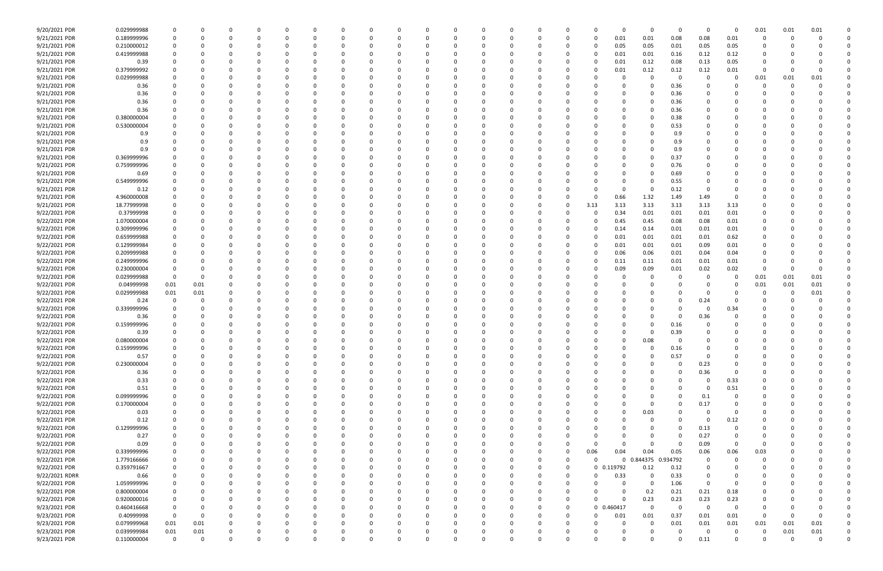| | | | | | | | | | | | | | | | | | | | | | | | | | | | |
|---|---|---|---|---|---|---|---|---|---|---|---|---|---|---|---|---|---|---|---|---|---|---|---|---|---|---|---|
| 9/20/2021 PDR | 0.029999988 | 0 | 0 | 0 | 0 | 0 | 0 | 0 | 0 | 0 | 0 | 0 | 0 | 0 | 0 | 0 | 0 | 0 | 0 | 0 | 0 | 0 | 0 | 0.01 | 0.01 | 0.01 | 0 |
| 9/21/2021 PDR | 0.189999996 | 0 | 0 | 0 | 0 | 0 | 0 | 0 | 0 | 0 | 0 | 0 | 0 | 0 | 0 | 0 | 0 | 0 | 0.01 | 0.01 | 0.08 | 0.08 | 0.01 | 0 | 0 | 0 | 0 |
| 9/21/2021 PDR | 0.210000012 | 0 | 0 | 0 | 0 | 0 | 0 | 0 | 0 | 0 | 0 | 0 | 0 | 0 | 0 | 0 | 0 | 0 | 0.05 | 0.05 | 0.01 | 0.05 | 0.05 | 0 | 0 | 0 | 0 |
| 9/21/2021 PDR | 0.419999988 | 0 | 0 | 0 | 0 | 0 | 0 | 0 | 0 | 0 | 0 | 0 | 0 | 0 | 0 | 0 | 0 | 0 | 0.01 | 0.01 | 0.16 | 0.12 | 0.12 | 0 | 0 | 0 | 0 |
| 9/21/2021 PDR | 0.39 | 0 | 0 | 0 | 0 | 0 | 0 | 0 | 0 | 0 | 0 | 0 | 0 | 0 | 0 | 0 | 0 | 0 | 0.01 | 0.12 | 0.08 | 0.13 | 0.05 | 0 | 0 | 0 | 0 |
| 9/21/2021 PDR | 0.379999992 | 0 | 0 | 0 | 0 | 0 | 0 | 0 | 0 | 0 | 0 | 0 | 0 | 0 | 0 | 0 | 0 | 0 | 0.01 | 0.12 | 0.12 | 0.12 | 0.01 | 0 | 0 | 0 | 0 |
| 9/21/2021 PDR | 0.029999988 | 0 | 0 | 0 | 0 | 0 | 0 | 0 | 0 | 0 | 0 | 0 | 0 | 0 | 0 | 0 | 0 | 0 | 0 | 0 | 0 | 0 | 0 | 0.01 | 0.01 | 0.01 | 0 |
| 9/21/2021 PDR | 0.36 | 0 | 0 | 0 | 0 | 0 | 0 | 0 | 0 | 0 | 0 | 0 | 0 | 0 | 0 | 0 | 0 | 0 | 0 | 0 | 0.36 | 0 | 0 | 0 | 0 | 0 | 0 |
| 9/21/2021 PDR | 0.36 | 0 | 0 | 0 | 0 | 0 | 0 | 0 | 0 | 0 | 0 | 0 | 0 | 0 | 0 | 0 | 0 | 0 | 0 | 0 | 0.36 | 0 | 0 | 0 | 0 | 0 | 0 |
| 9/21/2021 PDR | 0.36 | 0 | 0 | 0 | 0 | 0 | 0 | 0 | 0 | 0 | 0 | 0 | 0 | 0 | 0 | 0 | 0 | 0 | 0 | 0 | 0.36 | 0 | 0 | 0 | 0 | 0 | 0 |
| 9/21/2021 PDR | 0.36 | 0 | 0 | 0 | 0 | 0 | 0 | 0 | 0 | 0 | 0 | 0 | 0 | 0 | 0 | 0 | 0 | 0 | 0 | 0 | 0.36 | 0 | 0 | 0 | 0 | 0 | 0 |
| 9/21/2021 PDR | 0.380000004 | 0 | 0 | 0 | 0 | 0 | 0 | 0 | 0 | 0 | 0 | 0 | 0 | 0 | 0 | 0 | 0 | 0 | 0 | 0 | 0.38 | 0 | 0 | 0 | 0 | 0 | 0 |
| 9/21/2021 PDR | 0.530000004 | 0 | 0 | 0 | 0 | 0 | 0 | 0 | 0 | 0 | 0 | 0 | 0 | 0 | 0 | 0 | 0 | 0 | 0 | 0 | 0.53 | 0 | 0 | 0 | 0 | 0 | 0 |
| 9/21/2021 PDR | 0.9 | 0 | 0 | 0 | 0 | 0 | 0 | 0 | 0 | 0 | 0 | 0 | 0 | 0 | 0 | 0 | 0 | 0 | 0 | 0 | 0.9 | 0 | 0 | 0 | 0 | 0 | 0 |
| 9/21/2021 PDR | 0.9 | 0 | 0 | 0 | 0 | 0 | 0 | 0 | 0 | 0 | 0 | 0 | 0 | 0 | 0 | 0 | 0 | 0 | 0 | 0 | 0.9 | 0 | 0 | 0 | 0 | 0 | 0 |
| 9/21/2021 PDR | 0.9 | 0 | 0 | 0 | 0 | 0 | 0 | 0 | 0 | 0 | 0 | 0 | 0 | 0 | 0 | 0 | 0 | 0 | 0 | 0 | 0.9 | 0 | 0 | 0 | 0 | 0 | 0 |
| 9/21/2021 PDR | 0.369999996 | 0 | 0 | 0 | 0 | 0 | 0 | 0 | 0 | 0 | 0 | 0 | 0 | 0 | 0 | 0 | 0 | 0 | 0 | 0 | 0.37 | 0 | 0 | 0 | 0 | 0 | 0 |
| 9/21/2021 PDR | 0.759999996 | 0 | 0 | 0 | 0 | 0 | 0 | 0 | 0 | 0 | 0 | 0 | 0 | 0 | 0 | 0 | 0 | 0 | 0 | 0 | 0.76 | 0 | 0 | 0 | 0 | 0 | 0 |
| 9/21/2021 PDR | 0.69 | 0 | 0 | 0 | 0 | 0 | 0 | 0 | 0 | 0 | 0 | 0 | 0 | 0 | 0 | 0 | 0 | 0 | 0 | 0 | 0.69 | 0 | 0 | 0 | 0 | 0 | 0 |
| 9/21/2021 PDR | 0.549999996 | 0 | 0 | 0 | 0 | 0 | 0 | 0 | 0 | 0 | 0 | 0 | 0 | 0 | 0 | 0 | 0 | 0 | 0 | 0 | 0.55 | 0 | 0 | 0 | 0 | 0 | 0 |
| 9/21/2021 PDR | 0.12 | 0 | 0 | 0 | 0 | 0 | 0 | 0 | 0 | 0 | 0 | 0 | 0 | 0 | 0 | 0 | 0 | 0 | 0 | 0 | 0.12 | 0 | 0 | 0 | 0 | 0 | 0 |
| 9/21/2021 PDR | 4.960000008 | 0 | 0 | 0 | 0 | 0 | 0 | 0 | 0 | 0 | 0 | 0 | 0 | 0 | 0 | 0 | 0 | 0 | 0.66 | 1.32 | 1.49 | 1.49 | 0 | 0 | 0 | 0 | 0 |
| 9/21/2021 PDR | 18.77999998 | 0 | 0 | 0 | 0 | 0 | 0 | 0 | 0 | 0 | 0 | 0 | 0 | 0 | 0 | 0 | 0 | 3.13 | 3.13 | 3.13 | 3.13 | 3.13 | 3.13 | 0 | 0 | 0 | 0 |
| 9/22/2021 PDR | 0.37999998 | 0 | 0 | 0 | 0 | 0 | 0 | 0 | 0 | 0 | 0 | 0 | 0 | 0 | 0 | 0 | 0 | 0 | 0.34 | 0.01 | 0.01 | 0.01 | 0.01 | 0 | 0 | 0 | 0 |
| 9/22/2021 PDR | 1.070000004 | 0 | 0 | 0 | 0 | 0 | 0 | 0 | 0 | 0 | 0 | 0 | 0 | 0 | 0 | 0 | 0 | 0 | 0.45 | 0.45 | 0.08 | 0.08 | 0.01 | 0 | 0 | 0 | 0 |
| 9/22/2021 PDR | 0.309999996 | 0 | 0 | 0 | 0 | 0 | 0 | 0 | 0 | 0 | 0 | 0 | 0 | 0 | 0 | 0 | 0 | 0 | 0.14 | 0.14 | 0.01 | 0.01 | 0.01 | 0 | 0 | 0 | 0 |
| 9/22/2021 PDR | 0.659999988 | 0 | 0 | 0 | 0 | 0 | 0 | 0 | 0 | 0 | 0 | 0 | 0 | 0 | 0 | 0 | 0 | 0 | 0.01 | 0.01 | 0.01 | 0.01 | 0.62 | 0 | 0 | 0 | 0 |
| 9/22/2021 PDR | 0.129999984 | 0 | 0 | 0 | 0 | 0 | 0 | 0 | 0 | 0 | 0 | 0 | 0 | 0 | 0 | 0 | 0 | 0 | 0.01 | 0.01 | 0.01 | 0.09 | 0.01 | 0 | 0 | 0 | 0 |
| 9/22/2021 PDR | 0.209999988 | 0 | 0 | 0 | 0 | 0 | 0 | 0 | 0 | 0 | 0 | 0 | 0 | 0 | 0 | 0 | 0 | 0 | 0.06 | 0.06 | 0.01 | 0.04 | 0.04 | 0 | 0 | 0 | 0 |
| 9/22/2021 PDR | 0.249999996 | 0 | 0 | 0 | 0 | 0 | 0 | 0 | 0 | 0 | 0 | 0 | 0 | 0 | 0 | 0 | 0 | 0 | 0.11 | 0.11 | 0.01 | 0.01 | 0.01 | 0 | 0 | 0 | 0 |
| 9/22/2021 PDR | 0.230000004 | 0 | 0 | 0 | 0 | 0 | 0 | 0 | 0 | 0 | 0 | 0 | 0 | 0 | 0 | 0 | 0 | 0 | 0.09 | 0.09 | 0.01 | 0.02 | 0.02 | 0 | 0 | 0 | 0 |
| 9/22/2021 PDR | 0.029999988 | 0 | 0 | 0 | 0 | 0 | 0 | 0 | 0 | 0 | 0 | 0 | 0 | 0 | 0 | 0 | 0 | 0 | 0 | 0 | 0 | 0 | 0 | 0.01 | 0.01 | 0.01 | 0 |
| 9/22/2021 PDR | 0.04999998 | 0.01 | 0.01 | 0 | 0 | 0 | 0 | 0 | 0 | 0 | 0 | 0 | 0 | 0 | 0 | 0 | 0 | 0 | 0 | 0 | 0 | 0 | 0 | 0.01 | 0.01 | 0.01 | 0 |
| 9/22/2021 PDR | 0.029999988 | 0.01 | 0.01 | 0 | 0 | 0 | 0 | 0 | 0 | 0 | 0 | 0 | 0 | 0 | 0 | 0 | 0 | 0 | 0 | 0 | 0 | 0 | 0 | 0 | 0 | 0.01 | 0 |
| 9/22/2021 PDR | 0.24 | 0 | 0 | 0 | 0 | 0 | 0 | 0 | 0 | 0 | 0 | 0 | 0 | 0 | 0 | 0 | 0 | 0 | 0 | 0 | 0 | 0.24 | 0 | 0 | 0 | 0 | 0 |
| 9/22/2021 PDR | 0.339999996 | 0 | 0 | 0 | 0 | 0 | 0 | 0 | 0 | 0 | 0 | 0 | 0 | 0 | 0 | 0 | 0 | 0 | 0 | 0 | 0 | 0 | 0.34 | 0 | 0 | 0 | 0 |
| 9/22/2021 PDR | 0.36 | 0 | 0 | 0 | 0 | 0 | 0 | 0 | 0 | 0 | 0 | 0 | 0 | 0 | 0 | 0 | 0 | 0 | 0 | 0 | 0 | 0.36 | 0 | 0 | 0 | 0 | 0 |
| 9/22/2021 PDR | 0.159999996 | 0 | 0 | 0 | 0 | 0 | 0 | 0 | 0 | 0 | 0 | 0 | 0 | 0 | 0 | 0 | 0 | 0 | 0 | 0 | 0.16 | 0 | 0 | 0 | 0 | 0 | 0 |
| 9/22/2021 PDR | 0.39 | 0 | 0 | 0 | 0 | 0 | 0 | 0 | 0 | 0 | 0 | 0 | 0 | 0 | 0 | 0 | 0 | 0 | 0 | 0 | 0.39 | 0 | 0 | 0 | 0 | 0 | 0 |
| 9/22/2021 PDR | 0.080000004 | 0 | 0 | 0 | 0 | 0 | 0 | 0 | 0 | 0 | 0 | 0 | 0 | 0 | 0 | 0 | 0 | 0 | 0 | 0.08 | 0 | 0 | 0 | 0 | 0 | 0 | 0 |
| 9/22/2021 PDR | 0.159999996 | 0 | 0 | 0 | 0 | 0 | 0 | 0 | 0 | 0 | 0 | 0 | 0 | 0 | 0 | 0 | 0 | 0 | 0 | 0 | 0.16 | 0 | 0 | 0 | 0 | 0 | 0 |
| 9/22/2021 PDR | 0.57 | 0 | 0 | 0 | 0 | 0 | 0 | 0 | 0 | 0 | 0 | 0 | 0 | 0 | 0 | 0 | 0 | 0 | 0 | 0 | 0.57 | 0 | 0 | 0 | 0 | 0 | 0 |
| 9/22/2021 PDR | 0.230000004 | 0 | 0 | 0 | 0 | 0 | 0 | 0 | 0 | 0 | 0 | 0 | 0 | 0 | 0 | 0 | 0 | 0 | 0 | 0 | 0 | 0.23 | 0 | 0 | 0 | 0 | 0 |
| 9/22/2021 PDR | 0.36 | 0 | 0 | 0 | 0 | 0 | 0 | 0 | 0 | 0 | 0 | 0 | 0 | 0 | 0 | 0 | 0 | 0 | 0 | 0 | 0 | 0.36 | 0 | 0 | 0 | 0 | 0 |
| 9/22/2021 PDR | 0.33 | 0 | 0 | 0 | 0 | 0 | 0 | 0 | 0 | 0 | 0 | 0 | 0 | 0 | 0 | 0 | 0 | 0 | 0 | 0 | 0 | 0 | 0.33 | 0 | 0 | 0 | 0 |
| 9/22/2021 PDR | 0.51 | 0 | 0 | 0 | 0 | 0 | 0 | 0 | 0 | 0 | 0 | 0 | 0 | 0 | 0 | 0 | 0 | 0 | 0 | 0 | 0 | 0 | 0.51 | 0 | 0 | 0 | 0 |
| 9/22/2021 PDR | 0.099999996 | 0 | 0 | 0 | 0 | 0 | 0 | 0 | 0 | 0 | 0 | 0 | 0 | 0 | 0 | 0 | 0 | 0 | 0 | 0 | 0 | 0.1 | 0 | 0 | 0 | 0 | 0 |
| 9/22/2021 PDR | 0.170000004 | 0 | 0 | 0 | 0 | 0 | 0 | 0 | 0 | 0 | 0 | 0 | 0 | 0 | 0 | 0 | 0 | 0 | 0 | 0 | 0 | 0.17 | 0 | 0 | 0 | 0 | 0 |
| 9/22/2021 PDR | 0.03 | 0 | 0 | 0 | 0 | 0 | 0 | 0 | 0 | 0 | 0 | 0 | 0 | 0 | 0 | 0 | 0 | 0 | 0 | 0.03 | 0 | 0 | 0 | 0 | 0 | 0 | 0 |
| 9/22/2021 PDR | 0.12 | 0 | 0 | 0 | 0 | 0 | 0 | 0 | 0 | 0 | 0 | 0 | 0 | 0 | 0 | 0 | 0 | 0 | 0 | 0 | 0 | 0 | 0.12 | 0 | 0 | 0 | 0 |
| 9/22/2021 PDR | 0.129999996 | 0 | 0 | 0 | 0 | 0 | 0 | 0 | 0 | 0 | 0 | 0 | 0 | 0 | 0 | 0 | 0 | 0 | 0 | 0 | 0 | 0.13 | 0 | 0 | 0 | 0 | 0 |
| 9/22/2021 PDR | 0.27 | 0 | 0 | 0 | 0 | 0 | 0 | 0 | 0 | 0 | 0 | 0 | 0 | 0 | 0 | 0 | 0 | 0 | 0 | 0 | 0 | 0.27 | 0 | 0 | 0 | 0 | 0 |
| 9/22/2021 PDR | 0.09 | 0 | 0 | 0 | 0 | 0 | 0 | 0 | 0 | 0 | 0 | 0 | 0 | 0 | 0 | 0 | 0 | 0 | 0 | 0 | 0 | 0.09 | 0 | 0 | 0 | 0 | 0 |
| 9/22/2021 PDR | 0.339999996 | 0 | 0 | 0 | 0 | 0 | 0 | 0 | 0 | 0 | 0 | 0 | 0 | 0 | 0 | 0 | 0 | 0.06 | 0.04 | 0.04 | 0.05 | 0.06 | 0.06 | 0.03 | 0 | 0 | 0 |
| 9/22/2021 PDR | 1.779166666 | 0 | 0 | 0 | 0 | 0 | 0 | 0 | 0 | 0 | 0 | 0 | 0 | 0 | 0 | 0 | 0 | 0 | 0 | 0.844375 | 0.934792 | 0 | 0 | 0 | 0 | 0 | 0 |
| 9/22/2021 PDR | 0.359791667 | 0 | 0 | 0 | 0 | 0 | 0 | 0 | 0 | 0 | 0 | 0 | 0 | 0 | 0 | 0 | 0 | 0 | 0.119792 | 0.12 | 0.12 | 0 | 0 | 0 | 0 | 0 | 0 |
| 9/22/2021 RDRR | 0.66 | 0 | 0 | 0 | 0 | 0 | 0 | 0 | 0 | 0 | 0 | 0 | 0 | 0 | 0 | 0 | 0 | 0 | 0.33 | 0 | 0.33 | 0 | 0 | 0 | 0 | 0 | 0 |
| 9/22/2021 PDR | 1.059999996 | 0 | 0 | 0 | 0 | 0 | 0 | 0 | 0 | 0 | 0 | 0 | 0 | 0 | 0 | 0 | 0 | 0 | 0 | 0 | 1.06 | 0 | 0 | 0 | 0 | 0 | 0 |
| 9/22/2021 PDR | 0.800000004 | 0 | 0 | 0 | 0 | 0 | 0 | 0 | 0 | 0 | 0 | 0 | 0 | 0 | 0 | 0 | 0 | 0 | 0 | 0.2 | 0.21 | 0.21 | 0.18 | 0 | 0 | 0 | 0 |
| 9/22/2021 PDR | 0.920000016 | 0 | 0 | 0 | 0 | 0 | 0 | 0 | 0 | 0 | 0 | 0 | 0 | 0 | 0 | 0 | 0 | 0 | 0 | 0.23 | 0.23 | 0.23 | 0.23 | 0 | 0 | 0 | 0 |
| 9/23/2021 PDR | 0.460416668 | 0 | 0 | 0 | 0 | 0 | 0 | 0 | 0 | 0 | 0 | 0 | 0 | 0 | 0 | 0 | 0 | 0 | 0.460417 | 0 | 0 | 0 | 0 | 0 | 0 | 0 | 0 |
| 9/23/2021 PDR | 0.40999998 | 0 | 0 | 0 | 0 | 0 | 0 | 0 | 0 | 0 | 0 | 0 | 0 | 0 | 0 | 0 | 0 | 0 | 0.01 | 0.01 | 0.37 | 0.01 | 0.01 | 0 | 0 | 0 | 0 |
| 9/23/2021 PDR | 0.079999968 | 0.01 | 0.01 | 0 | 0 | 0 | 0 | 0 | 0 | 0 | 0 | 0 | 0 | 0 | 0 | 0 | 0 | 0 | 0 | 0 | 0.01 | 0.01 | 0.01 | 0.01 | 0.01 | 0.01 | 0 |
| 9/23/2021 PDR | 0.039999984 | 0.01 | 0.01 | 0 | 0 | 0 | 0 | 0 | 0 | 0 | 0 | 0 | 0 | 0 | 0 | 0 | 0 | 0 | 0 | 0 | 0 | 0 | 0 | 0 | 0.01 | 0.01 | 0 |
| 9/23/2021 PDR | 0.110000004 | 0 | 0 | 0 | 0 | 0 | 0 | 0 | 0 | 0 | 0 | 0 | 0 | 0 | 0 | 0 | 0 | 0 | 0 | 0 | 0 | 0.11 | 0 | 0 | 0 | 0 | 0 |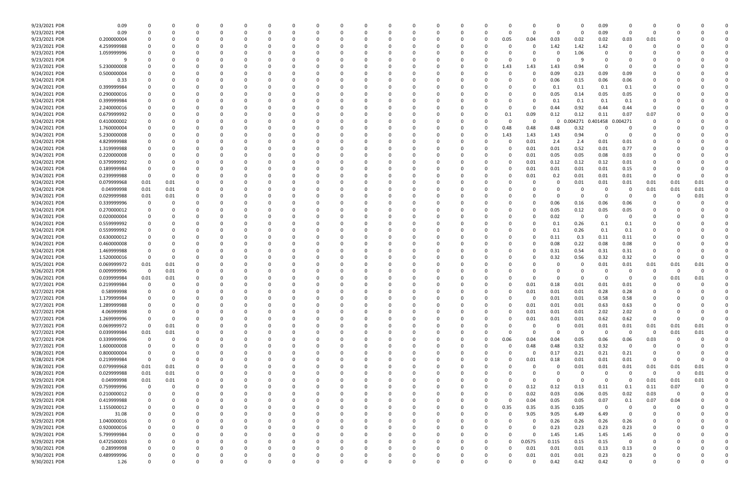| | | | | | | | | | | | | | | | | | | | | | | | | | | | | |
|---|---|---|---|---|---|---|---|---|---|---|---|---|---|---|---|---|---|---|---|---|---|---|---|---|---|---|---|---|
| 9/23/2021 PDR | 0.09 | 0 | 0 | 0 | 0 | 0 | 0 | 0 | 0 | 0 | 0 | 0 | 0 | 0 | 0 | 0 | 0 | 0 | 0 | 0 | 0 | 0.09 | 0 | 0 | 0 | 0 | 0 | 0 |
| 9/23/2021 PDR | 0.09 | 0 | 0 | 0 | 0 | 0 | 0 | 0 | 0 | 0 | 0 | 0 | 0 | 0 | 0 | 0 | 0 | 0 | 0 | 0 | 0 | 0.09 | 0 | 0 | 0 | 0 | 0 | 0 |
| 9/23/2021 PDR | 0.200000004 | 0 | 0 | 0 | 0 | 0 | 0 | 0 | 0 | 0 | 0 | 0 | 0 | 0 | 0 | 0 | 0 | 0.05 | 0.04 | 0.03 | 0.02 | 0.02 | 0.03 | 0.01 | 0 | 0 | 0 | 0 |
| 9/23/2021 PDR | 4.259999988 | 0 | 0 | 0 | 0 | 0 | 0 | 0 | 0 | 0 | 0 | 0 | 0 | 0 | 0 | 0 | 0 | 0 | 0 | 1.42 | 1.42 | 1.42 | 0 | 0 | 0 | 0 | 0 | 0 |
| 9/23/2021 PDR | 1.059999996 | 0 | 0 | 0 | 0 | 0 | 0 | 0 | 0 | 0 | 0 | 0 | 0 | 0 | 0 | 0 | 0 | 0 | 0 | 0 | 1.06 | 0 | 0 | 0 | 0 | 0 | 0 | 0 |
| 9/23/2021 PDR | 9 | 0 | 0 | 0 | 0 | 0 | 0 | 0 | 0 | 0 | 0 | 0 | 0 | 0 | 0 | 0 | 0 | 0 | 0 | 0 | 9 | 0 | 0 | 0 | 0 | 0 | 0 | 0 |
| 9/23/2021 PDR | 5.230000008 | 0 | 0 | 0 | 0 | 0 | 0 | 0 | 0 | 0 | 0 | 0 | 0 | 0 | 0 | 0 | 0 | 1.43 | 1.43 | 1.43 | 0.94 | 0 | 0 | 0 | 0 | 0 | 0 | 0 |
| 9/24/2021 PDR | 0.500000004 | 0 | 0 | 0 | 0 | 0 | 0 | 0 | 0 | 0 | 0 | 0 | 0 | 0 | 0 | 0 | 0 | 0 | 0 | 0.09 | 0.23 | 0.09 | 0.09 | 0 | 0 | 0 | 0 | 0 |
| 9/24/2021 PDR | 0.33 | 0 | 0 | 0 | 0 | 0 | 0 | 0 | 0 | 0 | 0 | 0 | 0 | 0 | 0 | 0 | 0 | 0 | 0 | 0.06 | 0.15 | 0.06 | 0.06 | 0 | 0 | 0 | 0 | 0 |
| 9/24/2021 PDR | 0.399999984 | 0 | 0 | 0 | 0 | 0 | 0 | 0 | 0 | 0 | 0 | 0 | 0 | 0 | 0 | 0 | 0 | 0 | 0 | 0.1 | 0.1 | 0.1 | 0.1 | 0 | 0 | 0 | 0 | 0 |
| 9/24/2021 PDR | 0.290000016 | 0 | 0 | 0 | 0 | 0 | 0 | 0 | 0 | 0 | 0 | 0 | 0 | 0 | 0 | 0 | 0 | 0 | 0 | 0.05 | 0.14 | 0.05 | 0.05 | 0 | 0 | 0 | 0 | 0 |
| 9/24/2021 PDR | 0.399999984 | 0 | 0 | 0 | 0 | 0 | 0 | 0 | 0 | 0 | 0 | 0 | 0 | 0 | 0 | 0 | 0 | 0 | 0 | 0.1 | 0.1 | 0.1 | 0.1 | 0 | 0 | 0 | 0 | 0 |
| 9/24/2021 PDR | 2.240000016 | 0 | 0 | 0 | 0 | 0 | 0 | 0 | 0 | 0 | 0 | 0 | 0 | 0 | 0 | 0 | 0 | 0 | 0 | 0.44 | 0.92 | 0.44 | 0.44 | 0 | 0 | 0 | 0 | 0 |
| 9/24/2021 PDR | 0.679999992 | 0 | 0 | 0 | 0 | 0 | 0 | 0 | 0 | 0 | 0 | 0 | 0 | 0 | 0 | 0 | 0 | 0.1 | 0.09 | 0.12 | 0.12 | 0.11 | 0.07 | 0.07 | 0 | 0 | 0 | 0 |
| 9/24/2021 PDR | 0.410000002 | 0 | 0 | 0 | 0 | 0 | 0 | 0 | 0 | 0 | 0 | 0 | 0 | 0 | 0 | 0 | 0 | 0 | 0 | 0 | 0.004271 | 0.401458 | 0.004271 | 0 | 0 | 0 | 0 | 0 |
| 9/24/2021 PDR | 1.760000004 | 0 | 0 | 0 | 0 | 0 | 0 | 0 | 0 | 0 | 0 | 0 | 0 | 0 | 0 | 0 | 0 | 0.48 | 0.48 | 0.48 | 0.32 | 0 | 0 | 0 | 0 | 0 | 0 | 0 |
| 9/24/2021 PDR | 5.230000008 | 0 | 0 | 0 | 0 | 0 | 0 | 0 | 0 | 0 | 0 | 0 | 0 | 0 | 0 | 0 | 0 | 1.43 | 1.43 | 1.43 | 0.94 | 0 | 0 | 0 | 0 | 0 | 0 | 0 |
| 9/24/2021 PDR | 4.829999988 | 0 | 0 | 0 | 0 | 0 | 0 | 0 | 0 | 0 | 0 | 0 | 0 | 0 | 0 | 0 | 0 | 0 | 0.01 | 2.4 | 2.4 | 0.01 | 0.01 | 0 | 0 | 0 | 0 | 0 |
| 9/24/2021 PDR | 1.319999988 | 0 | 0 | 0 | 0 | 0 | 0 | 0 | 0 | 0 | 0 | 0 | 0 | 0 | 0 | 0 | 0 | 0 | 0.01 | 0.01 | 0.52 | 0.01 | 0.77 | 0 | 0 | 0 | 0 | 0 |
| 9/24/2021 PDR | 0.220000008 | 0 | 0 | 0 | 0 | 0 | 0 | 0 | 0 | 0 | 0 | 0 | 0 | 0 | 0 | 0 | 0 | 0 | 0.01 | 0.05 | 0.05 | 0.08 | 0.03 | 0 | 0 | 0 | 0 | 0 |
| 9/24/2021 PDR | 0.379999992 | 0 | 0 | 0 | 0 | 0 | 0 | 0 | 0 | 0 | 0 | 0 | 0 | 0 | 0 | 0 | 0 | 0 | 0.01 | 0.12 | 0.12 | 0.12 | 0.01 | 0 | 0 | 0 | 0 | 0 |
| 9/24/2021 PDR | 0.189999984 | 0 | 0 | 0 | 0 | 0 | 0 | 0 | 0 | 0 | 0 | 0 | 0 | 0 | 0 | 0 | 0 | 0 | 0.01 | 0.01 | 0.01 | 0.01 | 0.15 | 0 | 0 | 0 | 0 | 0 |
| 9/24/2021 PDR | 0.239999988 | 0 | 0 | 0 | 0 | 0 | 0 | 0 | 0 | 0 | 0 | 0 | 0 | 0 | 0 | 0 | 0 | 0 | 0.01 | 0.2 | 0.01 | 0.01 | 0.01 | 0 | 0 | 0 | 0 | 0 |
| 9/24/2021 PDR | 0.079999968 | 0.01 | 0.01 | 0 | 0 | 0 | 0 | 0 | 0 | 0 | 0 | 0 | 0 | 0 | 0 | 0 | 0 | 0 | 0 | 0 | 0.01 | 0.01 | 0.01 | 0.01 | 0.01 | 0.01 | 0 | 0 |
| 9/24/2021 PDR | 0.04999998 | 0.01 | 0.01 | 0 | 0 | 0 | 0 | 0 | 0 | 0 | 0 | 0 | 0 | 0 | 0 | 0 | 0 | 0 | 0 | 0 | 0 | 0 | 0 | 0.01 | 0.01 | 0.01 | 0 | 0 |
| 9/24/2021 PDR | 0.029999988 | 0.01 | 0.01 | 0 | 0 | 0 | 0 | 0 | 0 | 0 | 0 | 0 | 0 | 0 | 0 | 0 | 0 | 0 | 0 | 0 | 0 | 0 | 0 | 0 | 0 | 0.01 | 0 | 0 |
| 9/24/2021 PDR | 0.339999996 | 0 | 0 | 0 | 0 | 0 | 0 | 0 | 0 | 0 | 0 | 0 | 0 | 0 | 0 | 0 | 0 | 0 | 0 | 0.06 | 0.16 | 0.06 | 0.06 | 0 | 0 | 0 | 0 | 0 |
| 9/24/2021 PDR | 0.270000012 | 0 | 0 | 0 | 0 | 0 | 0 | 0 | 0 | 0 | 0 | 0 | 0 | 0 | 0 | 0 | 0 | 0 | 0 | 0.05 | 0.12 | 0.05 | 0.05 | 0 | 0 | 0 | 0 | 0 |
| 9/24/2021 PDR | 0.020000004 | 0 | 0 | 0 | 0 | 0 | 0 | 0 | 0 | 0 | 0 | 0 | 0 | 0 | 0 | 0 | 0 | 0 | 0 | 0.02 | 0 | 0 | 0 | 0 | 0 | 0 | 0 | 0 |
| 9/24/2021 PDR | 0.559999992 | 0 | 0 | 0 | 0 | 0 | 0 | 0 | 0 | 0 | 0 | 0 | 0 | 0 | 0 | 0 | 0 | 0 | 0 | 0.1 | 0.26 | 0.1 | 0.1 | 0 | 0 | 0 | 0 | 0 |
| 9/24/2021 PDR | 0.559999992 | 0 | 0 | 0 | 0 | 0 | 0 | 0 | 0 | 0 | 0 | 0 | 0 | 0 | 0 | 0 | 0 | 0 | 0 | 0.1 | 0.26 | 0.1 | 0.1 | 0 | 0 | 0 | 0 | 0 |
| 9/24/2021 PDR | 0.630000012 | 0 | 0 | 0 | 0 | 0 | 0 | 0 | 0 | 0 | 0 | 0 | 0 | 0 | 0 | 0 | 0 | 0 | 0 | 0.11 | 0.3 | 0.11 | 0.11 | 0 | 0 | 0 | 0 | 0 |
| 9/24/2021 PDR | 0.460000008 | 0 | 0 | 0 | 0 | 0 | 0 | 0 | 0 | 0 | 0 | 0 | 0 | 0 | 0 | 0 | 0 | 0 | 0 | 0.08 | 0.22 | 0.08 | 0.08 | 0 | 0 | 0 | 0 | 0 |
| 9/24/2021 PDR | 1.469999988 | 0 | 0 | 0 | 0 | 0 | 0 | 0 | 0 | 0 | 0 | 0 | 0 | 0 | 0 | 0 | 0 | 0 | 0 | 0.31 | 0.54 | 0.31 | 0.31 | 0 | 0 | 0 | 0 | 0 |
| 9/24/2021 PDR | 1.520000016 | 0 | 0 | 0 | 0 | 0 | 0 | 0 | 0 | 0 | 0 | 0 | 0 | 0 | 0 | 0 | 0 | 0 | 0 | 0.32 | 0.56 | 0.32 | 0.32 | 0 | 0 | 0 | 0 | 0 |
| 9/25/2021 PDR | 0.069999972 | 0.01 | 0.01 | 0 | 0 | 0 | 0 | 0 | 0 | 0 | 0 | 0 | 0 | 0 | 0 | 0 | 0 | 0 | 0 | 0 | 0 | 0.01 | 0.01 | 0.01 | 0.01 | 0.01 | 0 | 0 |
| 9/26/2021 PDR | 0.009999996 | 0 | 0.01 | 0 | 0 | 0 | 0 | 0 | 0 | 0 | 0 | 0 | 0 | 0 | 0 | 0 | 0 | 0 | 0 | 0 | 0 | 0 | 0 | 0 | 0 | 0 | 0 | 0 |
| 9/26/2021 PDR | 0.039999984 | 0.01 | 0.01 | 0 | 0 | 0 | 0 | 0 | 0 | 0 | 0 | 0 | 0 | 0 | 0 | 0 | 0 | 0 | 0 | 0 | 0 | 0 | 0 | 0 | 0.01 | 0.01 | 0 | 0 |
| 9/27/2021 PDR | 0.219999984 | 0 | 0 | 0 | 0 | 0 | 0 | 0 | 0 | 0 | 0 | 0 | 0 | 0 | 0 | 0 | 0 | 0 | 0.01 | 0.18 | 0.01 | 0.01 | 0.01 | 0 | 0 | 0 | 0 | 0 |
| 9/27/2021 PDR | 0.58999998 | 0 | 0 | 0 | 0 | 0 | 0 | 0 | 0 | 0 | 0 | 0 | 0 | 0 | 0 | 0 | 0 | 0 | 0.01 | 0.01 | 0.01 | 0.28 | 0.28 | 0 | 0 | 0 | 0 | 0 |
| 9/27/2021 PDR | 1.179999984 | 0 | 0 | 0 | 0 | 0 | 0 | 0 | 0 | 0 | 0 | 0 | 0 | 0 | 0 | 0 | 0 | 0 | 0 | 0.01 | 0.01 | 0.58 | 0.58 | 0 | 0 | 0 | 0 | 0 |
| 9/27/2021 PDR | 1.289999988 | 0 | 0 | 0 | 0 | 0 | 0 | 0 | 0 | 0 | 0 | 0 | 0 | 0 | 0 | 0 | 0 | 0 | 0.01 | 0.01 | 0.01 | 0.63 | 0.63 | 0 | 0 | 0 | 0 | 0 |
| 9/27/2021 PDR | 4.06999998 | 0 | 0 | 0 | 0 | 0 | 0 | 0 | 0 | 0 | 0 | 0 | 0 | 0 | 0 | 0 | 0 | 0 | 0.01 | 0.01 | 0.01 | 2.02 | 2.02 | 0 | 0 | 0 | 0 | 0 |
| 9/27/2021 PDR | 1.269999996 | 0 | 0 | 0 | 0 | 0 | 0 | 0 | 0 | 0 | 0 | 0 | 0 | 0 | 0 | 0 | 0 | 0 | 0.01 | 0.01 | 0.01 | 0.62 | 0.62 | 0 | 0 | 0 | 0 | 0 |
| 9/27/2021 PDR | 0.069999972 | 0 | 0.01 | 0 | 0 | 0 | 0 | 0 | 0 | 0 | 0 | 0 | 0 | 0 | 0 | 0 | 0 | 0 | 0 | 0 | 0.01 | 0.01 | 0.01 | 0.01 | 0.01 | 0.01 | 0 | 0 |
| 9/27/2021 PDR | 0.039999984 | 0.01 | 0.01 | 0 | 0 | 0 | 0 | 0 | 0 | 0 | 0 | 0 | 0 | 0 | 0 | 0 | 0 | 0 | 0 | 0 | 0 | 0 | 0 | 0 | 0.01 | 0.01 | 0 | 0 |
| 9/27/2021 PDR | 0.339999996 | 0 | 0 | 0 | 0 | 0 | 0 | 0 | 0 | 0 | 0 | 0 | 0 | 0 | 0 | 0 | 0 | 0.06 | 0.04 | 0.04 | 0.05 | 0.06 | 0.06 | 0.03 | 0 | 0 | 0 | 0 |
| 9/27/2021 PDR | 1.600000008 | 0 | 0 | 0 | 0 | 0 | 0 | 0 | 0 | 0 | 0 | 0 | 0 | 0 | 0 | 0 | 0 | 0 | 0.48 | 0.48 | 0.32 | 0.32 | 0 | 0 | 0 | 0 | 0 | 0 |
| 9/28/2021 PDR | 0.800000004 | 0 | 0 | 0 | 0 | 0 | 0 | 0 | 0 | 0 | 0 | 0 | 0 | 0 | 0 | 0 | 0 | 0 | 0 | 0.17 | 0.21 | 0.21 | 0.21 | 0 | 0 | 0 | 0 | 0 |
| 9/28/2021 PDR | 0.219999984 | 0 | 0 | 0 | 0 | 0 | 0 | 0 | 0 | 0 | 0 | 0 | 0 | 0 | 0 | 0 | 0 | 0 | 0.01 | 0.18 | 0.01 | 0.01 | 0.01 | 0 | 0 | 0 | 0 | 0 |
| 9/28/2021 PDR | 0.079999968 | 0.01 | 0.01 | 0 | 0 | 0 | 0 | 0 | 0 | 0 | 0 | 0 | 0 | 0 | 0 | 0 | 0 | 0 | 0 | 0 | 0.01 | 0.01 | 0.01 | 0.01 | 0.01 | 0.01 | 0 | 0 |
| 9/28/2021 PDR | 0.029999988 | 0.01 | 0.01 | 0 | 0 | 0 | 0 | 0 | 0 | 0 | 0 | 0 | 0 | 0 | 0 | 0 | 0 | 0 | 0 | 0 | 0 | 0 | 0 | 0 | 0 | 0.01 | 0 | 0 |
| 9/29/2021 PDR | 0.04999998 | 0.01 | 0.01 | 0 | 0 | 0 | 0 | 0 | 0 | 0 | 0 | 0 | 0 | 0 | 0 | 0 | 0 | 0 | 0 | 0 | 0 | 0 | 0 | 0.01 | 0.01 | 0.01 | 0 | 0 |
| 9/29/2021 PDR | 0.759999996 | 0 | 0 | 0 | 0 | 0 | 0 | 0 | 0 | 0 | 0 | 0 | 0 | 0 | 0 | 0 | 0 | 0 | 0.12 | 0.12 | 0.13 | 0.11 | 0.1 | 0.11 | 0.07 | 0 | 0 | 0 |
| 9/29/2021 PDR | 0.210000012 | 0 | 0 | 0 | 0 | 0 | 0 | 0 | 0 | 0 | 0 | 0 | 0 | 0 | 0 | 0 | 0 | 0 | 0.02 | 0.03 | 0.06 | 0.05 | 0.02 | 0.03 | 0 | 0 | 0 | 0 |
| 9/29/2021 PDR | 0.419999988 | 0 | 0 | 0 | 0 | 0 | 0 | 0 | 0 | 0 | 0 | 0 | 0 | 0 | 0 | 0 | 0 | 0 | 0.04 | 0.05 | 0.05 | 0.07 | 0.1 | 0.07 | 0.04 | 0 | 0 | 0 |
| 9/29/2021 PDR | 1.155000012 | 0 | 0 | 0 | 0 | 0 | 0 | 0 | 0 | 0 | 0 | 0 | 0 | 0 | 0 | 0 | 0 | 0.35 | 0.35 | 0.35 | 0.105 | 0 | 0 | 0 | 0 | 0 | 0 | 0 |
| 9/29/2021 PDR | 31.08 | 0 | 0 | 0 | 0 | 0 | 0 | 0 | 0 | 0 | 0 | 0 | 0 | 0 | 0 | 0 | 0 | 0 | 9.05 | 9.05 | 6.49 | 6.49 | 0 | 0 | 0 | 0 | 0 | 0 |
| 9/29/2021 PDR | 1.040000016 | 0 | 0 | 0 | 0 | 0 | 0 | 0 | 0 | 0 | 0 | 0 | 0 | 0 | 0 | 0 | 0 | 0 | 0 | 0.26 | 0.26 | 0.26 | 0.26 | 0 | 0 | 0 | 0 | 0 |
| 9/29/2021 PDR | 0.920000016 | 0 | 0 | 0 | 0 | 0 | 0 | 0 | 0 | 0 | 0 | 0 | 0 | 0 | 0 | 0 | 0 | 0 | 0 | 0.23 | 0.23 | 0.23 | 0.23 | 0 | 0 | 0 | 0 | 0 |
| 9/29/2021 PDR | 5.799999984 | 0 | 0 | 0 | 0 | 0 | 0 | 0 | 0 | 0 | 0 | 0 | 0 | 0 | 0 | 0 | 0 | 0 | 0 | 1.45 | 1.45 | 1.45 | 1.45 | 0 | 0 | 0 | 0 | 0 |
| 9/29/2021 PDR | 0.472500003 | 0 | 0 | 0 | 0 | 0 | 0 | 0 | 0 | 0 | 0 | 0 | 0 | 0 | 0 | 0 | 0 | 0 | 0.0575 | 0.115 | 0.15 | 0.15 | 0 | 0 | 0 | 0 | 0 | 0 |
| 9/30/2021 PDR | 0.28999998 | 0 | 0 | 0 | 0 | 0 | 0 | 0 | 0 | 0 | 0 | 0 | 0 | 0 | 0 | 0 | 0 | 0 | 0.01 | 0.01 | 0.01 | 0.13 | 0.13 | 0 | 0 | 0 | 0 | 0 |
| 9/30/2021 PDR | 0.489999996 | 0 | 0 | 0 | 0 | 0 | 0 | 0 | 0 | 0 | 0 | 0 | 0 | 0 | 0 | 0 | 0 | 0 | 0.01 | 0.01 | 0.01 | 0.23 | 0.23 | 0 | 0 | 0 | 0 | 0 |
| 9/30/2021 PDR | 1.26 | 0 | 0 | 0 | 0 | 0 | 0 | 0 | 0 | 0 | 0 | 0 | 0 | 0 | 0 | 0 | 0 | 0 | 0 | 0.42 | 0.42 | 0.42 | 0 | 0 | 0 | 0 | 0 | 0 |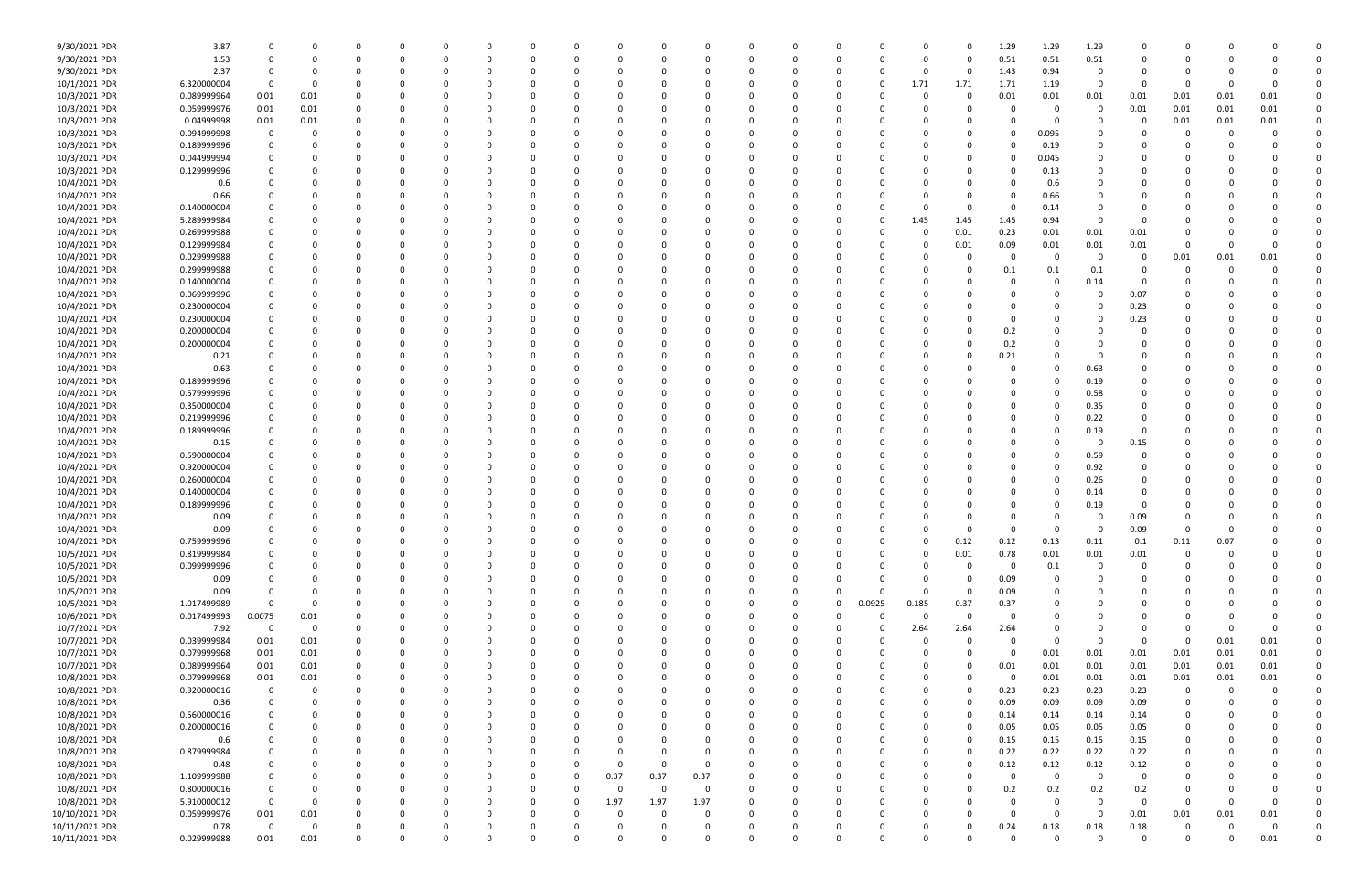| | | | | | | | | | | | | | | | | | | | | | | | | | | | | | | | |
|---|---|---|---|---|---|---|---|---|---|---|---|---|---|---|---|---|---|---|---|---|---|---|---|---|---|---|---|---|---|---|---|
| 9/30/2021 | PDR | 3.87 | 0 | 0 | 0 | 0 | 0 | 0 | 0 | 0 | 0 | 0 | 0 | 0 | 0 | 0 | 0 | 0 | 0 | 0 | 0 | 0 | 0 | 1.29 | 1.29 | 1.29 | 0 | 0 | 0 | 0 | 0 |
| 9/30/2021 | PDR | 1.53 | 0 | 0 | 0 | 0 | 0 | 0 | 0 | 0 | 0 | 0 | 0 | 0 | 0 | 0 | 0 | 0 | 0 | 0 | 0 | 0 | 0 | 0.51 | 0.51 | 0.51 | 0 | 0 | 0 | 0 | 0 |
| 9/30/2021 | PDR | 2.37 | 0 | 0 | 0 | 0 | 0 | 0 | 0 | 0 | 0 | 0 | 0 | 0 | 0 | 0 | 0 | 0 | 0 | 0 | 0 | 0 | 0 | 1.43 | 0.94 | 0 | 0 | 0 | 0 | 0 | 0 |
| 10/1/2021 | PDR | 6.320000004 | 0 | 0 | 0 | 0 | 0 | 0 | 0 | 0 | 0 | 0 | 0 | 0 | 0 | 0 | 0 | 0 | 0 | 0 | 0 | 1.71 | 1.71 | 1.71 | 1.19 | 0 | 0 | 0 | 0 | 0 | 0 |
| 10/3/2021 | PDR | 0.089999964 | 0.01 | 0.01 | 0 | 0 | 0 | 0 | 0 | 0 | 0 | 0 | 0 | 0 | 0 | 0 | 0 | 0 | 0 | 0 | 0 | 0 | 0 | 0.01 | 0.01 | 0.01 | 0.01 | 0.01 | 0.01 | 0.01 | 0 |
| 10/3/2021 | PDR | 0.059999976 | 0.01 | 0.01 | 0 | 0 | 0 | 0 | 0 | 0 | 0 | 0 | 0 | 0 | 0 | 0 | 0 | 0 | 0 | 0 | 0 | 0 | 0 | 0 | 0 | 0 | 0.01 | 0.01 | 0.01 | 0.01 | 0 |
| 10/3/2021 | PDR | 0.04999998 | 0.01 | 0.01 | 0 | 0 | 0 | 0 | 0 | 0 | 0 | 0 | 0 | 0 | 0 | 0 | 0 | 0 | 0 | 0 | 0 | 0 | 0 | 0 | 0 | 0 | 0 | 0.01 | 0.01 | 0.01 | 0 |
| 10/3/2021 | PDR | 0.094999998 | 0 | 0 | 0 | 0 | 0 | 0 | 0 | 0 | 0 | 0 | 0 | 0 | 0 | 0 | 0 | 0 | 0 | 0 | 0 | 0 | 0 | 0 | 0.095 | 0 | 0 | 0 | 0 | 0 | 0 |
| 10/3/2021 | PDR | 0.189999996 | 0 | 0 | 0 | 0 | 0 | 0 | 0 | 0 | 0 | 0 | 0 | 0 | 0 | 0 | 0 | 0 | 0 | 0 | 0 | 0 | 0 | 0 | 0.19 | 0 | 0 | 0 | 0 | 0 | 0 |
| 10/3/2021 | PDR | 0.044999994 | 0 | 0 | 0 | 0 | 0 | 0 | 0 | 0 | 0 | 0 | 0 | 0 | 0 | 0 | 0 | 0 | 0 | 0 | 0 | 0 | 0 | 0 | 0.045 | 0 | 0 | 0 | 0 | 0 | 0 |
| 10/3/2021 | PDR | 0.129999996 | 0 | 0 | 0 | 0 | 0 | 0 | 0 | 0 | 0 | 0 | 0 | 0 | 0 | 0 | 0 | 0 | 0 | 0 | 0 | 0 | 0 | 0 | 0.13 | 0 | 0 | 0 | 0 | 0 | 0 |
| 10/4/2021 | PDR | 0.6 | 0 | 0 | 0 | 0 | 0 | 0 | 0 | 0 | 0 | 0 | 0 | 0 | 0 | 0 | 0 | 0 | 0 | 0 | 0 | 0 | 0 | 0 | 0.6 | 0 | 0 | 0 | 0 | 0 | 0 |
| 10/4/2021 | PDR | 0.66 | 0 | 0 | 0 | 0 | 0 | 0 | 0 | 0 | 0 | 0 | 0 | 0 | 0 | 0 | 0 | 0 | 0 | 0 | 0 | 0 | 0 | 0 | 0.66 | 0 | 0 | 0 | 0 | 0 | 0 |
| 10/4/2021 | PDR | 0.140000004 | 0 | 0 | 0 | 0 | 0 | 0 | 0 | 0 | 0 | 0 | 0 | 0 | 0 | 0 | 0 | 0 | 0 | 0 | 0 | 0 | 0 | 0 | 0.14 | 0 | 0 | 0 | 0 | 0 | 0 |
| 10/4/2021 | PDR | 5.289999984 | 0 | 0 | 0 | 0 | 0 | 0 | 0 | 0 | 0 | 0 | 0 | 0 | 0 | 0 | 0 | 0 | 0 | 0 | 0 | 1.45 | 1.45 | 1.45 | 0.94 | 0 | 0 | 0 | 0 | 0 | 0 |
| 10/4/2021 | PDR | 0.269999988 | 0 | 0 | 0 | 0 | 0 | 0 | 0 | 0 | 0 | 0 | 0 | 0 | 0 | 0 | 0 | 0 | 0 | 0 | 0 | 0 | 0.01 | 0.23 | 0.01 | 0.01 | 0.01 | 0 | 0 | 0 | 0 |
| 10/4/2021 | PDR | 0.129999984 | 0 | 0 | 0 | 0 | 0 | 0 | 0 | 0 | 0 | 0 | 0 | 0 | 0 | 0 | 0 | 0 | 0 | 0 | 0 | 0 | 0.01 | 0.09 | 0.01 | 0.01 | 0.01 | 0 | 0 | 0 | 0 |
| 10/4/2021 | PDR | 0.029999988 | 0 | 0 | 0 | 0 | 0 | 0 | 0 | 0 | 0 | 0 | 0 | 0 | 0 | 0 | 0 | 0 | 0 | 0 | 0 | 0 | 0 | 0 | 0 | 0 | 0 | 0.01 | 0.01 | 0.01 | 0 |
| 10/4/2021 | PDR | 0.299999988 | 0 | 0 | 0 | 0 | 0 | 0 | 0 | 0 | 0 | 0 | 0 | 0 | 0 | 0 | 0 | 0 | 0 | 0 | 0 | 0 | 0 | 0.1 | 0.1 | 0.1 | 0 | 0 | 0 | 0 | 0 |
| 10/4/2021 | PDR | 0.140000004 | 0 | 0 | 0 | 0 | 0 | 0 | 0 | 0 | 0 | 0 | 0 | 0 | 0 | 0 | 0 | 0 | 0 | 0 | 0 | 0 | 0 | 0 | 0 | 0.14 | 0 | 0 | 0 | 0 | 0 |
| 10/4/2021 | PDR | 0.069999996 | 0 | 0 | 0 | 0 | 0 | 0 | 0 | 0 | 0 | 0 | 0 | 0 | 0 | 0 | 0 | 0 | 0 | 0 | 0 | 0 | 0 | 0 | 0 | 0 | 0.07 | 0 | 0 | 0 | 0 |
| 10/4/2021 | PDR | 0.230000004 | 0 | 0 | 0 | 0 | 0 | 0 | 0 | 0 | 0 | 0 | 0 | 0 | 0 | 0 | 0 | 0 | 0 | 0 | 0 | 0 | 0 | 0 | 0 | 0 | 0.23 | 0 | 0 | 0 | 0 |
| 10/4/2021 | PDR | 0.230000004 | 0 | 0 | 0 | 0 | 0 | 0 | 0 | 0 | 0 | 0 | 0 | 0 | 0 | 0 | 0 | 0 | 0 | 0 | 0 | 0 | 0 | 0 | 0 | 0 | 0.23 | 0 | 0 | 0 | 0 |
| 10/4/2021 | PDR | 0.200000004 | 0 | 0 | 0 | 0 | 0 | 0 | 0 | 0 | 0 | 0 | 0 | 0 | 0 | 0 | 0 | 0 | 0 | 0 | 0 | 0 | 0 | 0.2 | 0 | 0 | 0 | 0 | 0 | 0 | 0 |
| 10/4/2021 | PDR | 0.200000004 | 0 | 0 | 0 | 0 | 0 | 0 | 0 | 0 | 0 | 0 | 0 | 0 | 0 | 0 | 0 | 0 | 0 | 0 | 0 | 0 | 0 | 0.2 | 0 | 0 | 0 | 0 | 0 | 0 | 0 |
| 10/4/2021 | PDR | 0.21 | 0 | 0 | 0 | 0 | 0 | 0 | 0 | 0 | 0 | 0 | 0 | 0 | 0 | 0 | 0 | 0 | 0 | 0 | 0 | 0 | 0 | 0.21 | 0 | 0 | 0 | 0 | 0 | 0 | 0 |
| 10/4/2021 | PDR | 0.63 | 0 | 0 | 0 | 0 | 0 | 0 | 0 | 0 | 0 | 0 | 0 | 0 | 0 | 0 | 0 | 0 | 0 | 0 | 0 | 0 | 0 | 0 | 0 | 0.63 | 0 | 0 | 0 | 0 | 0 |
| 10/4/2021 | PDR | 0.189999996 | 0 | 0 | 0 | 0 | 0 | 0 | 0 | 0 | 0 | 0 | 0 | 0 | 0 | 0 | 0 | 0 | 0 | 0 | 0 | 0 | 0 | 0 | 0 | 0.19 | 0 | 0 | 0 | 0 | 0 |
| 10/4/2021 | PDR | 0.579999996 | 0 | 0 | 0 | 0 | 0 | 0 | 0 | 0 | 0 | 0 | 0 | 0 | 0 | 0 | 0 | 0 | 0 | 0 | 0 | 0 | 0 | 0 | 0 | 0.58 | 0 | 0 | 0 | 0 | 0 |
| 10/4/2021 | PDR | 0.350000004 | 0 | 0 | 0 | 0 | 0 | 0 | 0 | 0 | 0 | 0 | 0 | 0 | 0 | 0 | 0 | 0 | 0 | 0 | 0 | 0 | 0 | 0 | 0 | 0.35 | 0 | 0 | 0 | 0 | 0 |
| 10/4/2021 | PDR | 0.219999996 | 0 | 0 | 0 | 0 | 0 | 0 | 0 | 0 | 0 | 0 | 0 | 0 | 0 | 0 | 0 | 0 | 0 | 0 | 0 | 0 | 0 | 0 | 0 | 0.22 | 0 | 0 | 0 | 0 | 0 |
| 10/4/2021 | PDR | 0.189999996 | 0 | 0 | 0 | 0 | 0 | 0 | 0 | 0 | 0 | 0 | 0 | 0 | 0 | 0 | 0 | 0 | 0 | 0 | 0 | 0 | 0 | 0 | 0 | 0.19 | 0 | 0 | 0 | 0 | 0 |
| 10/4/2021 | PDR | 0.15 | 0 | 0 | 0 | 0 | 0 | 0 | 0 | 0 | 0 | 0 | 0 | 0 | 0 | 0 | 0 | 0 | 0 | 0 | 0 | 0 | 0 | 0 | 0 | 0 | 0.15 | 0 | 0 | 0 | 0 |
| 10/4/2021 | PDR | 0.590000004 | 0 | 0 | 0 | 0 | 0 | 0 | 0 | 0 | 0 | 0 | 0 | 0 | 0 | 0 | 0 | 0 | 0 | 0 | 0 | 0 | 0 | 0 | 0 | 0.59 | 0 | 0 | 0 | 0 | 0 |
| 10/4/2021 | PDR | 0.920000004 | 0 | 0 | 0 | 0 | 0 | 0 | 0 | 0 | 0 | 0 | 0 | 0 | 0 | 0 | 0 | 0 | 0 | 0 | 0 | 0 | 0 | 0 | 0 | 0.92 | 0 | 0 | 0 | 0 | 0 |
| 10/4/2021 | PDR | 0.260000004 | 0 | 0 | 0 | 0 | 0 | 0 | 0 | 0 | 0 | 0 | 0 | 0 | 0 | 0 | 0 | 0 | 0 | 0 | 0 | 0 | 0 | 0 | 0 | 0.26 | 0 | 0 | 0 | 0 | 0 |
| 10/4/2021 | PDR | 0.140000004 | 0 | 0 | 0 | 0 | 0 | 0 | 0 | 0 | 0 | 0 | 0 | 0 | 0 | 0 | 0 | 0 | 0 | 0 | 0 | 0 | 0 | 0 | 0 | 0.14 | 0 | 0 | 0 | 0 | 0 |
| 10/4/2021 | PDR | 0.189999996 | 0 | 0 | 0 | 0 | 0 | 0 | 0 | 0 | 0 | 0 | 0 | 0 | 0 | 0 | 0 | 0 | 0 | 0 | 0 | 0 | 0 | 0 | 0 | 0.19 | 0 | 0 | 0 | 0 | 0 |
| 10/4/2021 | PDR | 0.09 | 0 | 0 | 0 | 0 | 0 | 0 | 0 | 0 | 0 | 0 | 0 | 0 | 0 | 0 | 0 | 0 | 0 | 0 | 0 | 0 | 0 | 0 | 0 | 0 | 0.09 | 0 | 0 | 0 | 0 |
| 10/4/2021 | PDR | 0.09 | 0 | 0 | 0 | 0 | 0 | 0 | 0 | 0 | 0 | 0 | 0 | 0 | 0 | 0 | 0 | 0 | 0 | 0 | 0 | 0 | 0 | 0 | 0 | 0 | 0.09 | 0 | 0 | 0 | 0 |
| 10/4/2021 | PDR | 0.759999996 | 0 | 0 | 0 | 0 | 0 | 0 | 0 | 0 | 0 | 0 | 0 | 0 | 0 | 0 | 0 | 0 | 0 | 0 | 0 | 0 | 0.12 | 0.12 | 0.13 | 0.11 | 0.1 | 0.11 | 0.07 | 0 | 0 |
| 10/5/2021 | PDR | 0.819999984 | 0 | 0 | 0 | 0 | 0 | 0 | 0 | 0 | 0 | 0 | 0 | 0 | 0 | 0 | 0 | 0 | 0 | 0 | 0 | 0 | 0.01 | 0.78 | 0.01 | 0.01 | 0.01 | 0 | 0 | 0 | 0 |
| 10/5/2021 | PDR | 0.099999996 | 0 | 0 | 0 | 0 | 0 | 0 | 0 | 0 | 0 | 0 | 0 | 0 | 0 | 0 | 0 | 0 | 0 | 0 | 0 | 0 | 0 | 0 | 0.1 | 0 | 0 | 0 | 0 | 0 | 0 |
| 10/5/2021 | PDR | 0.09 | 0 | 0 | 0 | 0 | 0 | 0 | 0 | 0 | 0 | 0 | 0 | 0 | 0 | 0 | 0 | 0 | 0 | 0 | 0 | 0 | 0 | 0.09 | 0 | 0 | 0 | 0 | 0 | 0 | 0 |
| 10/5/2021 | PDR | 0.09 | 0 | 0 | 0 | 0 | 0 | 0 | 0 | 0 | 0 | 0 | 0 | 0 | 0 | 0 | 0 | 0 | 0 | 0 | 0 | 0 | 0 | 0.09 | 0 | 0 | 0 | 0 | 0 | 0 | 0 |
| 10/5/2021 | PDR | 1.017499989 | 0 | 0 | 0 | 0 | 0 | 0 | 0 | 0 | 0 | 0 | 0 | 0 | 0 | 0 | 0 | 0 | 0 | 0 | 0.0925 | 0.185 | 0.37 | 0.37 | 0 | 0 | 0 | 0 | 0 | 0 | 0 |
| 10/6/2021 | PDR | 0.017499993 | 0.0075 | 0.01 | 0 | 0 | 0 | 0 | 0 | 0 | 0 | 0 | 0 | 0 | 0 | 0 | 0 | 0 | 0 | 0 | 0 | 0 | 0 | 0 | 0 | 0 | 0 | 0 | 0 | 0 | 0 |
| 10/7/2021 | PDR | 7.92 | 0 | 0 | 0 | 0 | 0 | 0 | 0 | 0 | 0 | 0 | 0 | 0 | 0 | 0 | 0 | 0 | 0 | 0 | 0 | 2.64 | 2.64 | 2.64 | 0 | 0 | 0 | 0 | 0 | 0 | 0 |
| 10/7/2021 | PDR | 0.039999984 | 0.01 | 0.01 | 0 | 0 | 0 | 0 | 0 | 0 | 0 | 0 | 0 | 0 | 0 | 0 | 0 | 0 | 0 | 0 | 0 | 0 | 0 | 0 | 0 | 0 | 0 | 0 | 0.01 | 0.01 | 0 |
| 10/7/2021 | PDR | 0.079999968 | 0.01 | 0.01 | 0 | 0 | 0 | 0 | 0 | 0 | 0 | 0 | 0 | 0 | 0 | 0 | 0 | 0 | 0 | 0 | 0 | 0 | 0 | 0 | 0.01 | 0.01 | 0.01 | 0.01 | 0.01 | 0.01 | 0 |
| 10/7/2021 | PDR | 0.089999964 | 0.01 | 0.01 | 0 | 0 | 0 | 0 | 0 | 0 | 0 | 0 | 0 | 0 | 0 | 0 | 0 | 0 | 0 | 0 | 0 | 0 | 0 | 0.01 | 0.01 | 0.01 | 0.01 | 0.01 | 0.01 | 0.01 | 0 |
| 10/8/2021 | PDR | 0.079999968 | 0.01 | 0.01 | 0 | 0 | 0 | 0 | 0 | 0 | 0 | 0 | 0 | 0 | 0 | 0 | 0 | 0 | 0 | 0 | 0 | 0 | 0 | 0 | 0.01 | 0.01 | 0.01 | 0.01 | 0.01 | 0.01 | 0 |
| 10/8/2021 | PDR | 0.920000016 | 0 | 0 | 0 | 0 | 0 | 0 | 0 | 0 | 0 | 0 | 0 | 0 | 0 | 0 | 0 | 0 | 0 | 0 | 0 | 0 | 0 | 0.23 | 0.23 | 0.23 | 0.23 | 0 | 0 | 0 | 0 |
| 10/8/2021 | PDR | 0.36 | 0 | 0 | 0 | 0 | 0 | 0 | 0 | 0 | 0 | 0 | 0 | 0 | 0 | 0 | 0 | 0 | 0 | 0 | 0 | 0 | 0 | 0.09 | 0.09 | 0.09 | 0.09 | 0 | 0 | 0 | 0 |
| 10/8/2021 | PDR | 0.560000016 | 0 | 0 | 0 | 0 | 0 | 0 | 0 | 0 | 0 | 0 | 0 | 0 | 0 | 0 | 0 | 0 | 0 | 0 | 0 | 0 | 0 | 0.14 | 0.14 | 0.14 | 0.14 | 0 | 0 | 0 | 0 |
| 10/8/2021 | PDR | 0.200000016 | 0 | 0 | 0 | 0 | 0 | 0 | 0 | 0 | 0 | 0 | 0 | 0 | 0 | 0 | 0 | 0 | 0 | 0 | 0 | 0 | 0 | 0.05 | 0.05 | 0.05 | 0.05 | 0 | 0 | 0 | 0 |
| 10/8/2021 | PDR | 0.6 | 0 | 0 | 0 | 0 | 0 | 0 | 0 | 0 | 0 | 0 | 0 | 0 | 0 | 0 | 0 | 0 | 0 | 0 | 0 | 0 | 0 | 0.15 | 0.15 | 0.15 | 0.15 | 0 | 0 | 0 | 0 |
| 10/8/2021 | PDR | 0.879999984 | 0 | 0 | 0 | 0 | 0 | 0 | 0 | 0 | 0 | 0 | 0 | 0 | 0 | 0 | 0 | 0 | 0 | 0 | 0 | 0 | 0 | 0.22 | 0.22 | 0.22 | 0.22 | 0 | 0 | 0 | 0 |
| 10/8/2021 | PDR | 0.48 | 0 | 0 | 0 | 0 | 0 | 0 | 0 | 0 | 0 | 0 | 0 | 0 | 0 | 0 | 0 | 0 | 0 | 0 | 0 | 0 | 0 | 0.12 | 0.12 | 0.12 | 0.12 | 0 | 0 | 0 | 0 |
| 10/8/2021 | PDR | 1.109999988 | 0 | 0 | 0 | 0 | 0 | 0 | 0 | 0 | 0 | 0.37 | 0.37 | 0.37 | 0 | 0 | 0 | 0 | 0 | 0 | 0 | 0 | 0 | 0 | 0 | 0 | 0 | 0 | 0 | 0 | 0 |
| 10/8/2021 | PDR | 0.800000016 | 0 | 0 | 0 | 0 | 0 | 0 | 0 | 0 | 0 | 0 | 0 | 0 | 0 | 0 | 0 | 0 | 0 | 0 | 0 | 0 | 0 | 0.2 | 0.2 | 0.2 | 0.2 | 0 | 0 | 0 | 0 |
| 10/8/2021 | PDR | 5.910000012 | 0 | 0 | 0 | 0 | 0 | 0 | 0 | 0 | 0 | 1.97 | 1.97 | 1.97 | 0 | 0 | 0 | 0 | 0 | 0 | 0 | 0 | 0 | 0 | 0 | 0 | 0 | 0 | 0 | 0 | 0 |
| 10/10/2021 | PDR | 0.059999976 | 0.01 | 0.01 | 0 | 0 | 0 | 0 | 0 | 0 | 0 | 0 | 0 | 0 | 0 | 0 | 0 | 0 | 0 | 0 | 0 | 0 | 0 | 0 | 0 | 0 | 0.01 | 0.01 | 0.01 | 0.01 | 0 |
| 10/11/2021 | PDR | 0.78 | 0 | 0 | 0 | 0 | 0 | 0 | 0 | 0 | 0 | 0 | 0 | 0 | 0 | 0 | 0 | 0 | 0 | 0 | 0 | 0 | 0 | 0.24 | 0.18 | 0.18 | 0.18 | 0 | 0 | 0 | 0 |
| 10/11/2021 | PDR | 0.029999988 | 0.01 | 0.01 | 0 | 0 | 0 | 0 | 0 | 0 | 0 | 0 | 0 | 0 | 0 | 0 | 0 | 0 | 0 | 0 | 0 | 0 | 0 | 0 | 0 | 0 | 0 | 0 | 0 | 0.01 | 0 |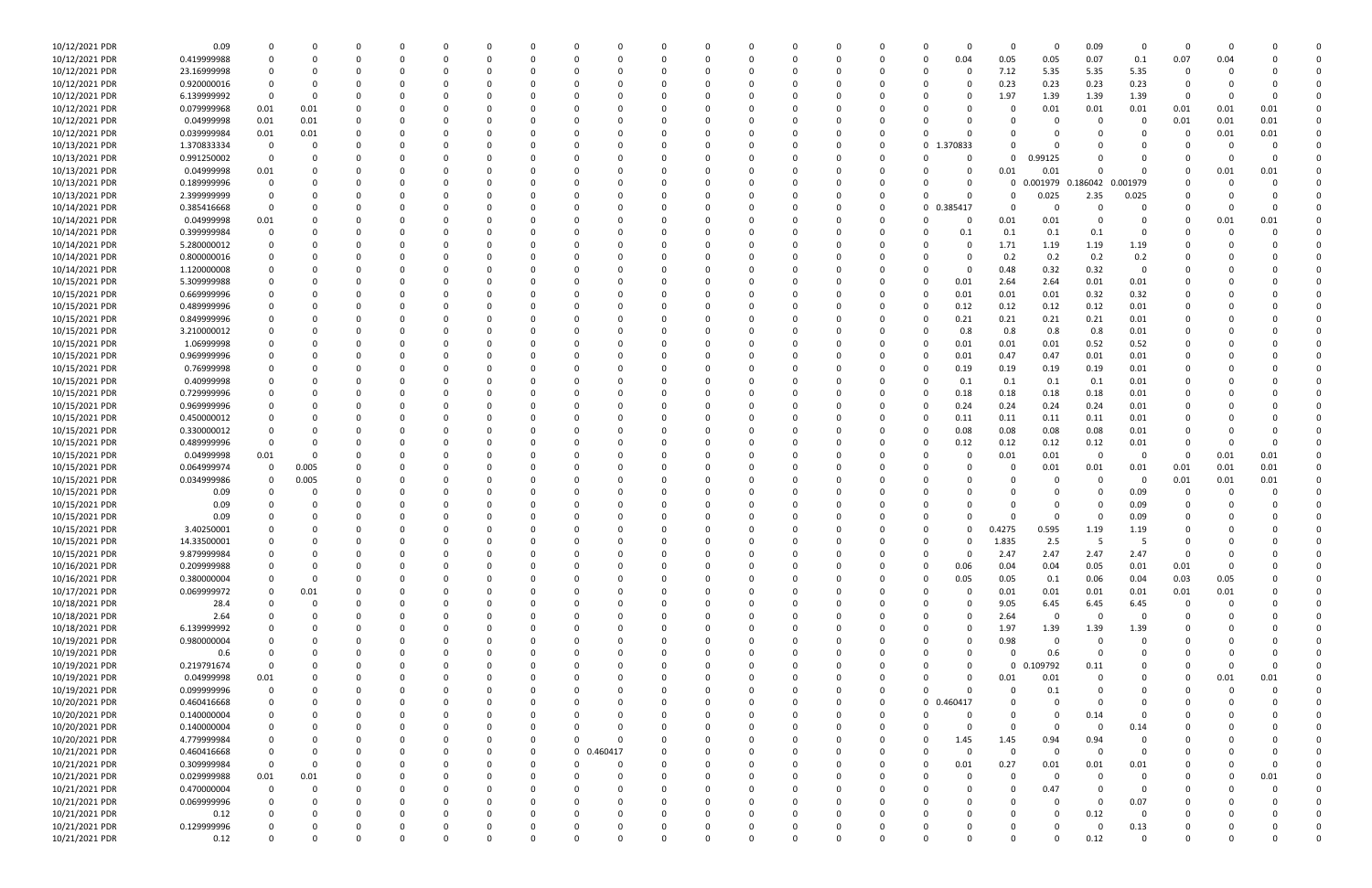| | | | | | | | | | | | | | | | | | | | | | | | | | | | | | |
|---|---|---|---|---|---|---|---|---|---|---|---|---|---|---|---|---|---|---|---|---|---|---|---|---|---|---|---|---|---|
| 10/12/2021 PDR | 0.09 | 0 | 0 | 0 | 0 | 0 | 0 | 0 | 0 | 0 | 0 | 0 | 0 | 0 | 0 | 0 | 0 | 0 | 0 | 0 | 0 | 0 | 0 | 0.09 | 0 | 0 | 0 | 0 | 0 |
| 10/12/2021 PDR | 0.419999988 | 0 | 0 | 0 | 0 | 0 | 0 | 0 | 0 | 0 | 0 | 0 | 0 | 0 | 0 | 0 | 0 | 0 | 0.04 | 0.05 | 0.05 | 0.07 | 0.1 | 0.07 | 0.04 | 0 | 0 | | |
| 10/12/2021 PDR | 23.16999998 | 0 | 0 | 0 | 0 | 0 | 0 | 0 | 0 | 0 | 0 | 0 | 0 | 0 | 0 | 0 | 0 | 0 | 0 | 0 | 7.12 | 5.35 | 5.35 | 5.35 | 0 | 0 | 0 | 0 | |
| 10/12/2021 PDR | 0.920000016 | 0 | 0 | 0 | 0 | 0 | 0 | 0 | 0 | 0 | 0 | 0 | 0 | 0 | 0 | 0 | 0 | 0 | 0 | 0 | 0.23 | 0.23 | 0.23 | 0.23 | 0 | 0 | 0 | 0 | |
| 10/12/2021 PDR | 6.139999992 | 0 | 0 | 0 | 0 | 0 | 0 | 0 | 0 | 0 | 0 | 0 | 0 | 0 | 0 | 0 | 0 | 0 | 0 | 0 | 1.97 | 1.39 | 1.39 | 1.39 | 0 | 0 | 0 | 0 | |
| 10/12/2021 PDR | 0.079999968 | 0.01 | 0.01 | 0 | 0 | 0 | 0 | 0 | 0 | 0 | 0 | 0 | 0 | 0 | 0 | 0 | 0 | 0 | 0 | 0 | 0 | 0.01 | 0.01 | 0.01 | 0.01 | 0.01 | 0.01 | 0 | |
| 10/12/2021 PDR | 0.04999998 | 0.01 | 0.01 | 0 | 0 | 0 | 0 | 0 | 0 | 0 | 0 | 0 | 0 | 0 | 0 | 0 | 0 | 0 | 0 | 0 | 0 | 0 | 0 | 0 | 0.01 | 0.01 | 0.01 | 0 | |
| 10/12/2021 PDR | 0.039999984 | 0.01 | 0.01 | 0 | 0 | 0 | 0 | 0 | 0 | 0 | 0 | 0 | 0 | 0 | 0 | 0 | 0 | 0 | 0 | 0 | 0 | 0 | 0 | 0 | 0 | 0.01 | 0.01 | 0 | |
| 10/13/2021 PDR | 1.370833334 | 0 | 0 | 0 | 0 | 0 | 0 | 0 | 0 | 0 | 0 | 0 | 0 | 0 | 0 | 0 | 0 | 0 | 0 | 1.370833 | 0 | 0 | 0 | 0 | 0 | 0 | 0 | 0 | |
| 10/13/2021 PDR | 0.991250002 | 0 | 0 | 0 | 0 | 0 | 0 | 0 | 0 | 0 | 0 | 0 | 0 | 0 | 0 | 0 | 0 | 0 | 0 | 0 | 0 | 0.99125 | 0 | 0 | 0 | 0 | 0 | 0 | |
| 10/13/2021 PDR | 0.04999998 | 0.01 | 0 | 0 | 0 | 0 | 0 | 0 | 0 | 0 | 0 | 0 | 0 | 0 | 0 | 0 | 0 | 0 | 0 | 0 | 0.01 | 0.01 | 0 | 0 | 0 | 0.01 | 0.01 | 0 | |
| 10/13/2021 PDR | 0.189999996 | 0 | 0 | 0 | 0 | 0 | 0 | 0 | 0 | 0 | 0 | 0 | 0 | 0 | 0 | 0 | 0 | 0 | 0 | 0 | 0 | 0.001979 | 0.186042 | 0.001979 | 0 | 0 | 0 | 0 | |
| 10/13/2021 PDR | 2.399999999 | 0 | 0 | 0 | 0 | 0 | 0 | 0 | 0 | 0 | 0 | 0 | 0 | 0 | 0 | 0 | 0 | 0 | 0 | 0 | 0 | 0.025 | 2.35 | 0.025 | 0 | 0 | 0 | 0 | |
| 10/14/2021 PDR | 0.385416668 | 0 | 0 | 0 | 0 | 0 | 0 | 0 | 0 | 0 | 0 | 0 | 0 | 0 | 0 | 0 | 0 | 0 | 0 | 0.385417 | 0 | 0 | 0 | 0 | 0 | 0 | 0 | 0 | |
| 10/14/2021 PDR | 0.04999998 | 0.01 | 0 | 0 | 0 | 0 | 0 | 0 | 0 | 0 | 0 | 0 | 0 | 0 | 0 | 0 | 0 | 0 | 0 | 0 | 0.01 | 0.01 | 0 | 0 | 0 | 0.01 | 0.01 | 0 | |
| 10/14/2021 PDR | 0.399999984 | 0 | 0 | 0 | 0 | 0 | 0 | 0 | 0 | 0 | 0 | 0 | 0 | 0 | 0 | 0 | 0 | 0 | 0 | 0.1 | 0.1 | 0.1 | 0.1 | 0 | 0 | 0 | 0 | 0 | |
| 10/14/2021 PDR | 5.280000012 | 0 | 0 | 0 | 0 | 0 | 0 | 0 | 0 | 0 | 0 | 0 | 0 | 0 | 0 | 0 | 0 | 0 | 0 | 0 | 1.71 | 1.19 | 1.19 | 1.19 | 0 | 0 | 0 | 0 | |
| 10/14/2021 PDR | 0.800000016 | 0 | 0 | 0 | 0 | 0 | 0 | 0 | 0 | 0 | 0 | 0 | 0 | 0 | 0 | 0 | 0 | 0 | 0 | 0 | 0.2 | 0.2 | 0.2 | 0.2 | 0 | 0 | 0 | 0 | |
| 10/14/2021 PDR | 1.120000008 | 0 | 0 | 0 | 0 | 0 | 0 | 0 | 0 | 0 | 0 | 0 | 0 | 0 | 0 | 0 | 0 | 0 | 0 | 0 | 0.48 | 0.32 | 0.32 | 0 | 0 | 0 | 0 | 0 | |
| 10/15/2021 PDR | 5.309999988 | 0 | 0 | 0 | 0 | 0 | 0 | 0 | 0 | 0 | 0 | 0 | 0 | 0 | 0 | 0 | 0 | 0 | 0 | 0.01 | 2.64 | 2.64 | 0.01 | 0.01 | 0 | 0 | 0 | 0 | |
| 10/15/2021 PDR | 0.669999996 | 0 | 0 | 0 | 0 | 0 | 0 | 0 | 0 | 0 | 0 | 0 | 0 | 0 | 0 | 0 | 0 | 0 | 0 | 0.01 | 0.01 | 0.01 | 0.32 | 0.32 | 0 | 0 | 0 | 0 | |
| 10/15/2021 PDR | 0.489999996 | 0 | 0 | 0 | 0 | 0 | 0 | 0 | 0 | 0 | 0 | 0 | 0 | 0 | 0 | 0 | 0 | 0 | 0 | 0.12 | 0.12 | 0.12 | 0.12 | 0.01 | 0 | 0 | 0 | 0 | |
| 10/15/2021 PDR | 0.849999996 | 0 | 0 | 0 | 0 | 0 | 0 | 0 | 0 | 0 | 0 | 0 | 0 | 0 | 0 | 0 | 0 | 0 | 0 | 0.21 | 0.21 | 0.21 | 0.21 | 0.01 | 0 | 0 | 0 | 0 | |
| 10/15/2021 PDR | 3.210000012 | 0 | 0 | 0 | 0 | 0 | 0 | 0 | 0 | 0 | 0 | 0 | 0 | 0 | 0 | 0 | 0 | 0 | 0 | 0.8 | 0.8 | 0.8 | 0.8 | 0.01 | 0 | 0 | 0 | 0 | |
| 10/15/2021 PDR | 1.06999998 | 0 | 0 | 0 | 0 | 0 | 0 | 0 | 0 | 0 | 0 | 0 | 0 | 0 | 0 | 0 | 0 | 0 | 0 | 0.01 | 0.01 | 0.01 | 0.52 | 0.52 | 0 | 0 | 0 | 0 | |
| 10/15/2021 PDR | 0.969999996 | 0 | 0 | 0 | 0 | 0 | 0 | 0 | 0 | 0 | 0 | 0 | 0 | 0 | 0 | 0 | 0 | 0 | 0 | 0.01 | 0.47 | 0.47 | 0.01 | 0.01 | 0 | 0 | 0 | 0 | |
| 10/15/2021 PDR | 0.76999998 | 0 | 0 | 0 | 0 | 0 | 0 | 0 | 0 | 0 | 0 | 0 | 0 | 0 | 0 | 0 | 0 | 0 | 0 | 0.19 | 0.19 | 0.19 | 0.19 | 0.01 | 0 | 0 | 0 | 0 | |
| 10/15/2021 PDR | 0.40999998 | 0 | 0 | 0 | 0 | 0 | 0 | 0 | 0 | 0 | 0 | 0 | 0 | 0 | 0 | 0 | 0 | 0 | 0 | 0.1 | 0.1 | 0.1 | 0.1 | 0.01 | 0 | 0 | 0 | 0 | |
| 10/15/2021 PDR | 0.729999996 | 0 | 0 | 0 | 0 | 0 | 0 | 0 | 0 | 0 | 0 | 0 | 0 | 0 | 0 | 0 | 0 | 0 | 0 | 0.18 | 0.18 | 0.18 | 0.18 | 0.01 | 0 | 0 | 0 | 0 | |
| 10/15/2021 PDR | 0.969999996 | 0 | 0 | 0 | 0 | 0 | 0 | 0 | 0 | 0 | 0 | 0 | 0 | 0 | 0 | 0 | 0 | 0 | 0 | 0.24 | 0.24 | 0.24 | 0.24 | 0.01 | 0 | 0 | 0 | 0 | |
| 10/15/2021 PDR | 0.450000012 | 0 | 0 | 0 | 0 | 0 | 0 | 0 | 0 | 0 | 0 | 0 | 0 | 0 | 0 | 0 | 0 | 0 | 0 | 0.11 | 0.11 | 0.11 | 0.11 | 0.01 | 0 | 0 | 0 | 0 | |
| 10/15/2021 PDR | 0.330000012 | 0 | 0 | 0 | 0 | 0 | 0 | 0 | 0 | 0 | 0 | 0 | 0 | 0 | 0 | 0 | 0 | 0 | 0 | 0.08 | 0.08 | 0.08 | 0.08 | 0.01 | 0 | 0 | 0 | 0 | |
| 10/15/2021 PDR | 0.489999996 | 0 | 0 | 0 | 0 | 0 | 0 | 0 | 0 | 0 | 0 | 0 | 0 | 0 | 0 | 0 | 0 | 0 | 0 | 0.12 | 0.12 | 0.12 | 0.12 | 0.01 | 0 | 0 | 0 | 0 | |
| 10/15/2021 PDR | 0.04999998 | 0.01 | 0 | 0 | 0 | 0 | 0 | 0 | 0 | 0 | 0 | 0 | 0 | 0 | 0 | 0 | 0 | 0 | 0 | 0 | 0.01 | 0.01 | 0 | 0 | 0 | 0.01 | 0.01 | 0 | |
| 10/15/2021 PDR | 0.064999974 | 0 | 0.005 | 0 | 0 | 0 | 0 | 0 | 0 | 0 | 0 | 0 | 0 | 0 | 0 | 0 | 0 | 0 | 0 | 0 | 0 | 0.01 | 0.01 | 0.01 | 0.01 | 0.01 | 0.01 | 0 | |
| 10/15/2021 PDR | 0.034999986 | 0 | 0.005 | 0 | 0 | 0 | 0 | 0 | 0 | 0 | 0 | 0 | 0 | 0 | 0 | 0 | 0 | 0 | 0 | 0 | 0 | 0 | 0 | 0 | 0.01 | 0.01 | 0.01 | 0 | |
| 10/15/2021 PDR | 0.09 | 0 | 0 | 0 | 0 | 0 | 0 | 0 | 0 | 0 | 0 | 0 | 0 | 0 | 0 | 0 | 0 | 0 | 0 | 0 | 0 | 0 | 0 | 0.09 | 0 | 0 | 0 | 0 | |
| 10/15/2021 PDR | 0.09 | 0 | 0 | 0 | 0 | 0 | 0 | 0 | 0 | 0 | 0 | 0 | 0 | 0 | 0 | 0 | 0 | 0 | 0 | 0 | 0 | 0 | 0 | 0.09 | 0 | 0 | 0 | 0 | |
| 10/15/2021 PDR | 0.09 | 0 | 0 | 0 | 0 | 0 | 0 | 0 | 0 | 0 | 0 | 0 | 0 | 0 | 0 | 0 | 0 | 0 | 0 | 0 | 0 | 0 | 0 | 0.09 | 0 | 0 | 0 | 0 | |
| 10/15/2021 PDR | 3.40250001 | 0 | 0 | 0 | 0 | 0 | 0 | 0 | 0 | 0 | 0 | 0 | 0 | 0 | 0 | 0 | 0 | 0 | 0 | 0 | 0.4275 | 0.595 | 1.19 | 1.19 | 0 | 0 | 0 | 0 | |
| 10/15/2021 PDR | 14.33500001 | 0 | 0 | 0 | 0 | 0 | 0 | 0 | 0 | 0 | 0 | 0 | 0 | 0 | 0 | 0 | 0 | 0 | 0 | 0 | 1.835 | 2.5 | 5 | 5 | 0 | 0 | 0 | 0 | |
| 10/15/2021 PDR | 9.879999984 | 0 | 0 | 0 | 0 | 0 | 0 | 0 | 0 | 0 | 0 | 0 | 0 | 0 | 0 | 0 | 0 | 0 | 0 | 0 | 2.47 | 2.47 | 2.47 | 2.47 | 0 | 0 | 0 | 0 | |
| 10/16/2021 PDR | 0.209999988 | 0 | 0 | 0 | 0 | 0 | 0 | 0 | 0 | 0 | 0 | 0 | 0 | 0 | 0 | 0 | 0 | 0 | 0 | 0.06 | 0.04 | 0.04 | 0.05 | 0.01 | 0.01 | 0 | 0 | 0 | |
| 10/16/2021 PDR | 0.380000004 | 0 | 0 | 0 | 0 | 0 | 0 | 0 | 0 | 0 | 0 | 0 | 0 | 0 | 0 | 0 | 0 | 0 | 0 | 0.05 | 0.05 | 0.1 | 0.06 | 0.04 | 0.03 | 0.05 | 0 | 0 | |
| 10/17/2021 PDR | 0.069999972 | 0 | 0.01 | 0 | 0 | 0 | 0 | 0 | 0 | 0 | 0 | 0 | 0 | 0 | 0 | 0 | 0 | 0 | 0 | 0 | 0.01 | 0.01 | 0.01 | 0.01 | 0.01 | 0.01 | 0 | 0 | |
| 10/18/2021 PDR | 28.4 | 0 | 0 | 0 | 0 | 0 | 0 | 0 | 0 | 0 | 0 | 0 | 0 | 0 | 0 | 0 | 0 | 0 | 0 | 0 | 9.05 | 6.45 | 6.45 | 6.45 | 0 | 0 | 0 | 0 | |
| 10/18/2021 PDR | 2.64 | 0 | 0 | 0 | 0 | 0 | 0 | 0 | 0 | 0 | 0 | 0 | 0 | 0 | 0 | 0 | 0 | 0 | 0 | 0 | 2.64 | 0 | 0 | 0 | 0 | 0 | 0 | 0 | |
| 10/18/2021 PDR | 6.139999992 | 0 | 0 | 0 | 0 | 0 | 0 | 0 | 0 | 0 | 0 | 0 | 0 | 0 | 0 | 0 | 0 | 0 | 0 | 0 | 1.97 | 1.39 | 1.39 | 1.39 | 0 | 0 | 0 | 0 | |
| 10/19/2021 PDR | 0.980000004 | 0 | 0 | 0 | 0 | 0 | 0 | 0 | 0 | 0 | 0 | 0 | 0 | 0 | 0 | 0 | 0 | 0 | 0 | 0 | 0.98 | 0 | 0 | 0 | 0 | 0 | 0 | 0 | |
| 10/19/2021 PDR | 0.6 | 0 | 0 | 0 | 0 | 0 | 0 | 0 | 0 | 0 | 0 | 0 | 0 | 0 | 0 | 0 | 0 | 0 | 0 | 0 | 0 | 0.6 | 0 | 0 | 0 | 0 | 0 | 0 | |
| 10/19/2021 PDR | 0.219791674 | 0 | 0 | 0 | 0 | 0 | 0 | 0 | 0 | 0 | 0 | 0 | 0 | 0 | 0 | 0 | 0 | 0 | 0 | 0 | 0 | 0.109792 | 0.11 | 0 | 0 | 0 | 0 | 0 | |
| 10/19/2021 PDR | 0.04999998 | 0.01 | 0 | 0 | 0 | 0 | 0 | 0 | 0 | 0 | 0 | 0 | 0 | 0 | 0 | 0 | 0 | 0 | 0 | 0 | 0.01 | 0 | 0 | 0 | 0 | 0.01 | 0.01 | 0 | |
| 10/19/2021 PDR | 0.099999996 | 0 | 0 | 0 | 0 | 0 | 0 | 0 | 0 | 0 | 0 | 0 | 0 | 0 | 0 | 0 | 0 | 0 | 0 | 0 | 0 | 0.1 | 0 | 0 | 0 | 0 | 0 | 0 | |
| 10/20/2021 PDR | 0.460416668 | 0 | 0 | 0 | 0 | 0 | 0 | 0 | 0 | 0 | 0 | 0 | 0 | 0 | 0 | 0 | 0 | 0 | 0 | 0.460417 | 0 | 0 | 0 | 0 | 0 | 0 | 0 | 0 | |
| 10/20/2021 PDR | 0.140000004 | 0 | 0 | 0 | 0 | 0 | 0 | 0 | 0 | 0 | 0 | 0 | 0 | 0 | 0 | 0 | 0 | 0 | 0 | 0 | 0 | 0 | 0.14 | 0 | 0 | 0 | 0 | 0 | |
| 10/20/2021 PDR | 0.140000004 | 0 | 0 | 0 | 0 | 0 | 0 | 0 | 0 | 0 | 0 | 0 | 0 | 0 | 0 | 0 | 0 | 0 | 0 | 0 | 0 | 0 | 0 | 0.14 | 0 | 0 | 0 | 0 | |
| 10/20/2021 PDR | 4.779999984 | 0 | 0 | 0 | 0 | 0 | 0 | 0 | 0 | 0 | 0 | 0 | 0 | 0 | 0 | 0 | 0 | 0 | 0 | 1.45 | 1.45 | 0.94 | 0.94 | 0 | 0 | 0 | 0 | 0 | |
| 10/21/2021 PDR | 0.460416668 | 0 | 0 | 0 | 0 | 0 | 0 | 0 | 0 | 0.460417 | 0 | 0 | 0 | 0 | 0 | 0 | 0 | 0 | 0 | 0 | 0 | 0 | 0 | 0 | 0 | 0 | 0 | 0 | |
| 10/21/2021 PDR | 0.309999984 | 0 | 0 | 0 | 0 | 0 | 0 | 0 | 0 | 0 | 0 | 0 | 0 | 0 | 0 | 0 | 0 | 0 | 0 | 0.01 | 0.27 | 0.01 | 0.01 | 0.01 | 0 | 0 | 0 | 0 | |
| 10/21/2021 PDR | 0.029999988 | 0.01 | 0.01 | 0 | 0 | 0 | 0 | 0 | 0 | 0 | 0 | 0 | 0 | 0 | 0 | 0 | 0 | 0 | 0 | 0 | 0 | 0 | 0 | 0 | 0 | 0 | 0.01 | 0 | |
| 10/21/2021 PDR | 0.470000004 | 0 | 0 | 0 | 0 | 0 | 0 | 0 | 0 | 0 | 0 | 0 | 0 | 0 | 0 | 0 | 0 | 0 | 0 | 0 | 0 | 0.47 | 0 | 0 | 0 | 0 | 0 | 0 | |
| 10/21/2021 PDR | 0.069999996 | 0 | 0 | 0 | 0 | 0 | 0 | 0 | 0 | 0 | 0 | 0 | 0 | 0 | 0 | 0 | 0 | 0 | 0 | 0 | 0 | 0 | 0 | 0.07 | 0 | 0 | 0 | 0 | |
| 10/21/2021 PDR | 0.12 | 0 | 0 | 0 | 0 | 0 | 0 | 0 | 0 | 0 | 0 | 0 | 0 | 0 | 0 | 0 | 0 | 0 | 0 | 0 | 0 | 0 | 0.12 | 0 | 0 | 0 | 0 | 0 | |
| 10/21/2021 PDR | 0.129999996 | 0 | 0 | 0 | 0 | 0 | 0 | 0 | 0 | 0 | 0 | 0 | 0 | 0 | 0 | 0 | 0 | 0 | 0 | 0 | 0 | 0 | 0 | 0.13 | 0 | 0 | 0 | 0 | |
| 10/21/2021 PDR | 0.12 | 0 | 0 | 0 | 0 | 0 | 0 | 0 | 0 | 0 | 0 | 0 | 0 | 0 | 0 | 0 | 0 | 0 | 0 | 0 | 0 | 0 | 0.12 | 0 | 0 | 0 | 0 | 0 | |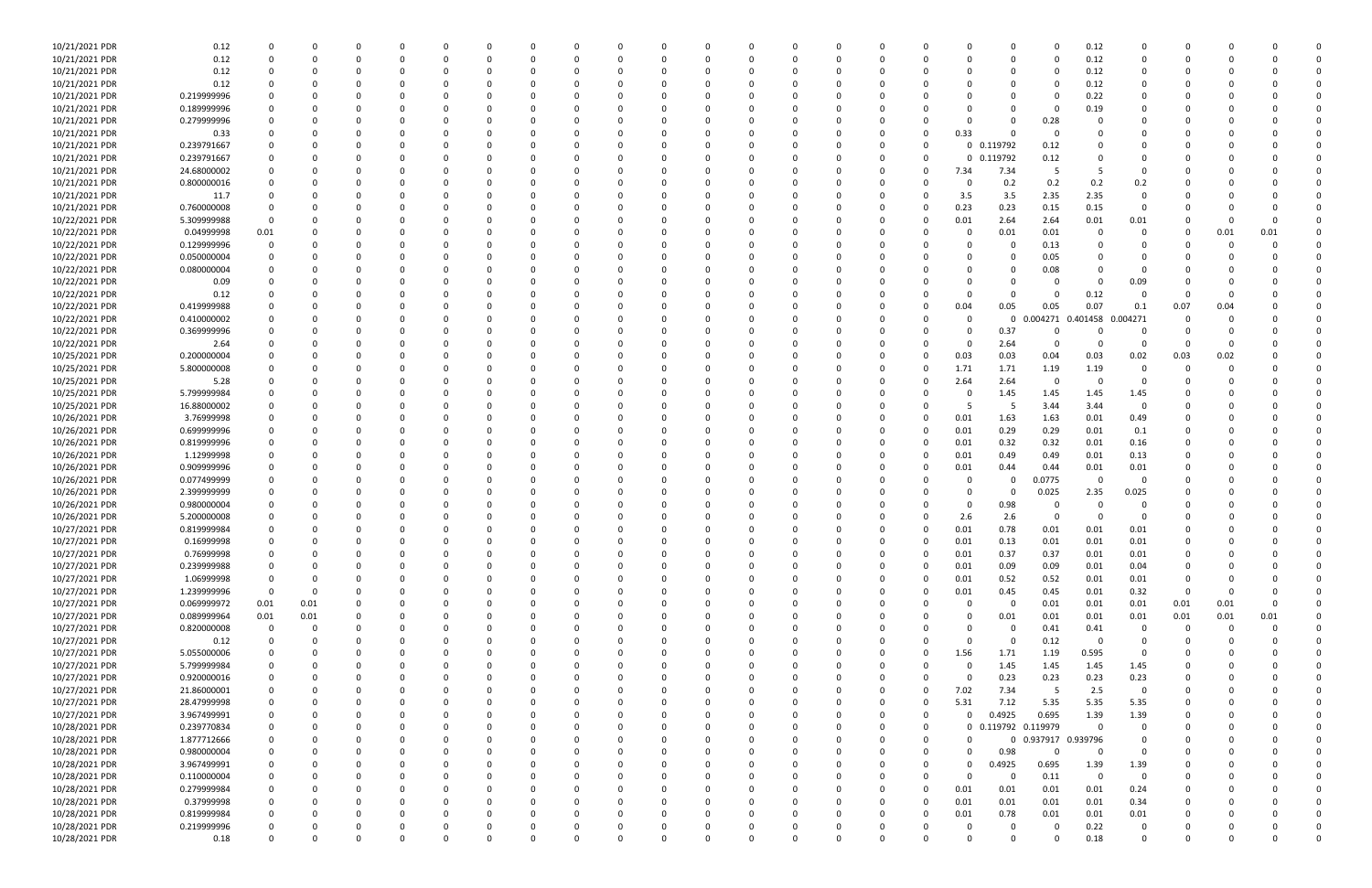| | | | | | | | | | | | | | | | | | | | | | | | | | | |
|---|---|---|---|---|---|---|---|---|---|---|---|---|---|---|---|---|---|---|---|---|---|---|---|---|---|---|
| 10/21/2021 PDR | 0.12 | 0 | 0 | 0 | 0 | 0 | 0 | 0 | 0 | 0 | 0 | 0 | 0 | 0 | 0 | 0 | 0 | 0 | 0 | 0 | 0.12 | 0 | 0 | 0 | 0 | 0 |
| 10/21/2021 PDR | 0.12 | 0 | 0 | 0 | 0 | 0 | 0 | 0 | 0 | 0 | 0 | 0 | 0 | 0 | 0 | 0 | 0 | 0 | 0 | 0 | 0.12 | 0 | 0 | 0 | 0 | 0 |
| 10/21/2021 PDR | 0.12 | 0 | 0 | 0 | 0 | 0 | 0 | 0 | 0 | 0 | 0 | 0 | 0 | 0 | 0 | 0 | 0 | 0 | 0 | 0 | 0.12 | 0 | 0 | 0 | 0 | 0 |
| 10/21/2021 PDR | 0.12 | 0 | 0 | 0 | 0 | 0 | 0 | 0 | 0 | 0 | 0 | 0 | 0 | 0 | 0 | 0 | 0 | 0 | 0 | 0 | 0.12 | 0 | 0 | 0 | 0 | 0 |
| 10/21/2021 PDR | 0.219999996 | 0 | 0 | 0 | 0 | 0 | 0 | 0 | 0 | 0 | 0 | 0 | 0 | 0 | 0 | 0 | 0 | 0 | 0 | 0 | 0.22 | 0 | 0 | 0 | 0 | 0 |
| 10/21/2021 PDR | 0.189999996 | 0 | 0 | 0 | 0 | 0 | 0 | 0 | 0 | 0 | 0 | 0 | 0 | 0 | 0 | 0 | 0 | 0 | 0 | 0 | 0.19 | 0 | 0 | 0 | 0 | 0 |
| 10/21/2021 PDR | 0.279999996 | 0 | 0 | 0 | 0 | 0 | 0 | 0 | 0 | 0 | 0 | 0 | 0 | 0 | 0 | 0 | 0 | 0 | 0 | 0.28 | 0 | 0 | 0 | 0 | 0 | 0 |
| 10/21/2021 PDR | 0.33 | 0 | 0 | 0 | 0 | 0 | 0 | 0 | 0 | 0 | 0 | 0 | 0 | 0 | 0 | 0 | 0 | 0.33 | 0 | 0 | 0 | 0 | 0 | 0 | 0 | 0 |
| 10/21/2021 PDR | 0.239791667 | 0 | 0 | 0 | 0 | 0 | 0 | 0 | 0 | 0 | 0 | 0 | 0 | 0 | 0 | 0 | 0 | 0 | 0.119792 | 0.12 | 0 | 0 | 0 | 0 | 0 | 0 |
| 10/21/2021 PDR | 0.239791667 | 0 | 0 | 0 | 0 | 0 | 0 | 0 | 0 | 0 | 0 | 0 | 0 | 0 | 0 | 0 | 0 | 0 | 0.119792 | 0.12 | 0 | 0 | 0 | 0 | 0 | 0 |
| 10/21/2021 PDR | 24.68000002 | 0 | 0 | 0 | 0 | 0 | 0 | 0 | 0 | 0 | 0 | 0 | 0 | 0 | 0 | 0 | 0 | 7.34 | 7.34 | 5 | 5 | 0 | 0 | 0 | 0 | 0 |
| 10/21/2021 PDR | 0.800000016 | 0 | 0 | 0 | 0 | 0 | 0 | 0 | 0 | 0 | 0 | 0 | 0 | 0 | 0 | 0 | 0 | 0 | 0.2 | 0.2 | 0.2 | 0.2 | 0 | 0 | 0 | 0 |
| 10/21/2021 PDR | 11.7 | 0 | 0 | 0 | 0 | 0 | 0 | 0 | 0 | 0 | 0 | 0 | 0 | 0 | 0 | 0 | 0 | 3.5 | 3.5 | 2.35 | 2.35 | 0 | 0 | 0 | 0 | 0 |
| 10/21/2021 PDR | 0.760000008 | 0 | 0 | 0 | 0 | 0 | 0 | 0 | 0 | 0 | 0 | 0 | 0 | 0 | 0 | 0 | 0 | 0.23 | 0.23 | 0.15 | 0.15 | 0 | 0 | 0 | 0 | 0 |
| 10/22/2021 PDR | 5.309999988 | 0 | 0 | 0 | 0 | 0 | 0 | 0 | 0 | 0 | 0 | 0 | 0 | 0 | 0 | 0 | 0 | 0.01 | 2.64 | 2.64 | 0.01 | 0.01 | 0 | 0 | 0 | 0 |
| 10/22/2021 PDR | 0.04999998 | 0.01 | 0 | 0 | 0 | 0 | 0 | 0 | 0 | 0 | 0 | 0 | 0 | 0 | 0 | 0 | 0 | 0 | 0.01 | 0.01 | 0 | 0 | 0 | 0.01 | 0.01 | 0 |
| 10/22/2021 PDR | 0.129999996 | 0 | 0 | 0 | 0 | 0 | 0 | 0 | 0 | 0 | 0 | 0 | 0 | 0 | 0 | 0 | 0 | 0 | 0 | 0.13 | 0 | 0 | 0 | 0 | 0 | 0 |
| 10/22/2021 PDR | 0.050000004 | 0 | 0 | 0 | 0 | 0 | 0 | 0 | 0 | 0 | 0 | 0 | 0 | 0 | 0 | 0 | 0 | 0 | 0 | 0.05 | 0 | 0 | 0 | 0 | 0 | 0 |
| 10/22/2021 PDR | 0.080000004 | 0 | 0 | 0 | 0 | 0 | 0 | 0 | 0 | 0 | 0 | 0 | 0 | 0 | 0 | 0 | 0 | 0 | 0 | 0.08 | 0 | 0 | 0 | 0 | 0 | 0 |
| 10/22/2021 PDR | 0.09 | 0 | 0 | 0 | 0 | 0 | 0 | 0 | 0 | 0 | 0 | 0 | 0 | 0 | 0 | 0 | 0 | 0 | 0 | 0 | 0 | 0.09 | 0 | 0 | 0 | 0 |
| 10/22/2021 PDR | 0.12 | 0 | 0 | 0 | 0 | 0 | 0 | 0 | 0 | 0 | 0 | 0 | 0 | 0 | 0 | 0 | 0 | 0 | 0 | 0 | 0.12 | 0 | 0 | 0 | 0 | 0 |
| 10/22/2021 PDR | 0.419999988 | 0 | 0 | 0 | 0 | 0 | 0 | 0 | 0 | 0 | 0 | 0 | 0 | 0 | 0 | 0 | 0 | 0.04 | 0.05 | 0.05 | 0.07 | 0.1 | 0.07 | 0.04 | 0 | 0 |
| 10/22/2021 PDR | 0.410000002 | 0 | 0 | 0 | 0 | 0 | 0 | 0 | 0 | 0 | 0 | 0 | 0 | 0 | 0 | 0 | 0 | 0 | 0 | 0.004271 | 0.401458 | 0.004271 | 0 | 0 | 0 | 0 |
| 10/22/2021 PDR | 0.369999996 | 0 | 0 | 0 | 0 | 0 | 0 | 0 | 0 | 0 | 0 | 0 | 0 | 0 | 0 | 0 | 0 | 0 | 0.37 | 0 | 0 | 0 | 0 | 0 | 0 | 0 |
| 10/22/2021 PDR | 2.64 | 0 | 0 | 0 | 0 | 0 | 0 | 0 | 0 | 0 | 0 | 0 | 0 | 0 | 0 | 0 | 0 | 0 | 2.64 | 0 | 0 | 0 | 0 | 0 | 0 | 0 |
| 10/25/2021 PDR | 0.200000004 | 0 | 0 | 0 | 0 | 0 | 0 | 0 | 0 | 0 | 0 | 0 | 0 | 0 | 0 | 0 | 0 | 0.03 | 0.03 | 0.04 | 0.03 | 0.02 | 0.03 | 0.02 | 0 | 0 |
| 10/25/2021 PDR | 5.800000008 | 0 | 0 | 0 | 0 | 0 | 0 | 0 | 0 | 0 | 0 | 0 | 0 | 0 | 0 | 0 | 0 | 1.71 | 1.71 | 1.19 | 1.19 | 0 | 0 | 0 | 0 | 0 |
| 10/25/2021 PDR | 5.28 | 0 | 0 | 0 | 0 | 0 | 0 | 0 | 0 | 0 | 0 | 0 | 0 | 0 | 0 | 0 | 0 | 2.64 | 2.64 | 0 | 0 | 0 | 0 | 0 | 0 | 0 |
| 10/25/2021 PDR | 5.799999984 | 0 | 0 | 0 | 0 | 0 | 0 | 0 | 0 | 0 | 0 | 0 | 0 | 0 | 0 | 0 | 0 | 0 | 1.45 | 1.45 | 1.45 | 1.45 | 0 | 0 | 0 | 0 |
| 10/25/2021 PDR | 16.88000002 | 0 | 0 | 0 | 0 | 0 | 0 | 0 | 0 | 0 | 0 | 0 | 0 | 0 | 0 | 0 | 0 | 5 | 5 | 3.44 | 3.44 | 0 | 0 | 0 | 0 | 0 |
| 10/26/2021 PDR | 3.76999998 | 0 | 0 | 0 | 0 | 0 | 0 | 0 | 0 | 0 | 0 | 0 | 0 | 0 | 0 | 0 | 0 | 0.01 | 1.63 | 1.63 | 0.01 | 0.49 | 0 | 0 | 0 | 0 |
| 10/26/2021 PDR | 0.699999996 | 0 | 0 | 0 | 0 | 0 | 0 | 0 | 0 | 0 | 0 | 0 | 0 | 0 | 0 | 0 | 0 | 0.01 | 0.29 | 0.29 | 0.01 | 0.1 | 0 | 0 | 0 | 0 |
| 10/26/2021 PDR | 0.819999996 | 0 | 0 | 0 | 0 | 0 | 0 | 0 | 0 | 0 | 0 | 0 | 0 | 0 | 0 | 0 | 0 | 0.01 | 0.32 | 0.32 | 0.01 | 0.16 | 0 | 0 | 0 | 0 |
| 10/26/2021 PDR | 1.12999998 | 0 | 0 | 0 | 0 | 0 | 0 | 0 | 0 | 0 | 0 | 0 | 0 | 0 | 0 | 0 | 0 | 0.01 | 0.49 | 0.49 | 0.01 | 0.13 | 0 | 0 | 0 | 0 |
| 10/26/2021 PDR | 0.909999996 | 0 | 0 | 0 | 0 | 0 | 0 | 0 | 0 | 0 | 0 | 0 | 0 | 0 | 0 | 0 | 0 | 0.01 | 0.44 | 0.44 | 0.01 | 0.01 | 0 | 0 | 0 | 0 |
| 10/26/2021 PDR | 0.077499999 | 0 | 0 | 0 | 0 | 0 | 0 | 0 | 0 | 0 | 0 | 0 | 0 | 0 | 0 | 0 | 0 | 0 | 0 | 0.0775 | 0 | 0 | 0 | 0 | 0 | 0 |
| 10/26/2021 PDR | 2.399999999 | 0 | 0 | 0 | 0 | 0 | 0 | 0 | 0 | 0 | 0 | 0 | 0 | 0 | 0 | 0 | 0 | 0 | 0 | 0.025 | 2.35 | 0.025 | 0 | 0 | 0 | 0 |
| 10/26/2021 PDR | 0.980000004 | 0 | 0 | 0 | 0 | 0 | 0 | 0 | 0 | 0 | 0 | 0 | 0 | 0 | 0 | 0 | 0 | 0 | 0.98 | 0 | 0 | 0 | 0 | 0 | 0 | 0 |
| 10/26/2021 PDR | 5.200000008 | 0 | 0 | 0 | 0 | 0 | 0 | 0 | 0 | 0 | 0 | 0 | 0 | 0 | 0 | 0 | 0 | 2.6 | 2.6 | 0 | 0 | 0 | 0 | 0 | 0 | 0 |
| 10/27/2021 PDR | 0.819999984 | 0 | 0 | 0 | 0 | 0 | 0 | 0 | 0 | 0 | 0 | 0 | 0 | 0 | 0 | 0 | 0 | 0.01 | 0.78 | 0.01 | 0.01 | 0.01 | 0 | 0 | 0 | 0 |
| 10/27/2021 PDR | 0.16999998 | 0 | 0 | 0 | 0 | 0 | 0 | 0 | 0 | 0 | 0 | 0 | 0 | 0 | 0 | 0 | 0 | 0.01 | 0.13 | 0.01 | 0.01 | 0.01 | 0 | 0 | 0 | 0 |
| 10/27/2021 PDR | 0.76999998 | 0 | 0 | 0 | 0 | 0 | 0 | 0 | 0 | 0 | 0 | 0 | 0 | 0 | 0 | 0 | 0 | 0.01 | 0.37 | 0.37 | 0.01 | 0.01 | 0 | 0 | 0 | 0 |
| 10/27/2021 PDR | 0.239999988 | 0 | 0 | 0 | 0 | 0 | 0 | 0 | 0 | 0 | 0 | 0 | 0 | 0 | 0 | 0 | 0 | 0.01 | 0.09 | 0.09 | 0.01 | 0.04 | 0 | 0 | 0 | 0 |
| 10/27/2021 PDR | 1.06999998 | 0 | 0 | 0 | 0 | 0 | 0 | 0 | 0 | 0 | 0 | 0 | 0 | 0 | 0 | 0 | 0 | 0.01 | 0.52 | 0.52 | 0.01 | 0.01 | 0 | 0 | 0 | 0 |
| 10/27/2021 PDR | 1.239999996 | 0 | 0 | 0 | 0 | 0 | 0 | 0 | 0 | 0 | 0 | 0 | 0 | 0 | 0 | 0 | 0 | 0.01 | 0.45 | 0.45 | 0.01 | 0.32 | 0 | 0 | 0 | 0 |
| 10/27/2021 PDR | 0.069999972 | 0.01 | 0.01 | 0 | 0 | 0 | 0 | 0 | 0 | 0 | 0 | 0 | 0 | 0 | 0 | 0 | 0 | 0 | 0 | 0.01 | 0.01 | 0.01 | 0.01 | 0.01 | 0 | 0 |
| 10/27/2021 PDR | 0.089999964 | 0.01 | 0.01 | 0 | 0 | 0 | 0 | 0 | 0 | 0 | 0 | 0 | 0 | 0 | 0 | 0 | 0 | 0 | 0.01 | 0.01 | 0.01 | 0.01 | 0.01 | 0.01 | 0.01 | 0 |
| 10/27/2021 PDR | 0.820000008 | 0 | 0 | 0 | 0 | 0 | 0 | 0 | 0 | 0 | 0 | 0 | 0 | 0 | 0 | 0 | 0 | 0 | 0 | 0.41 | 0.41 | 0 | 0 | 0 | 0 | 0 |
| 10/27/2021 PDR | 0.12 | 0 | 0 | 0 | 0 | 0 | 0 | 0 | 0 | 0 | 0 | 0 | 0 | 0 | 0 | 0 | 0 | 0 | 0 | 0.12 | 0 | 0 | 0 | 0 | 0 | 0 |
| 10/27/2021 PDR | 5.055000006 | 0 | 0 | 0 | 0 | 0 | 0 | 0 | 0 | 0 | 0 | 0 | 0 | 0 | 0 | 0 | 0 | 1.56 | 1.71 | 1.19 | 0.595 | 0 | 0 | 0 | 0 | 0 |
| 10/27/2021 PDR | 5.799999984 | 0 | 0 | 0 | 0 | 0 | 0 | 0 | 0 | 0 | 0 | 0 | 0 | 0 | 0 | 0 | 0 | 0 | 1.45 | 1.45 | 1.45 | 1.45 | 0 | 0 | 0 | 0 |
| 10/27/2021 PDR | 0.920000016 | 0 | 0 | 0 | 0 | 0 | 0 | 0 | 0 | 0 | 0 | 0 | 0 | 0 | 0 | 0 | 0 | 0 | 0.23 | 0.23 | 0.23 | 0.23 | 0 | 0 | 0 | 0 |
| 10/27/2021 PDR | 21.86000001 | 0 | 0 | 0 | 0 | 0 | 0 | 0 | 0 | 0 | 0 | 0 | 0 | 0 | 0 | 0 | 0 | 7.02 | 7.34 | 5 | 2.5 | 0 | 0 | 0 | 0 | 0 |
| 10/27/2021 PDR | 28.47999998 | 0 | 0 | 0 | 0 | 0 | 0 | 0 | 0 | 0 | 0 | 0 | 0 | 0 | 0 | 0 | 0 | 5.31 | 7.12 | 5.35 | 5.35 | 5.35 | 0 | 0 | 0 | 0 |
| 10/27/2021 PDR | 3.967499991 | 0 | 0 | 0 | 0 | 0 | 0 | 0 | 0 | 0 | 0 | 0 | 0 | 0 | 0 | 0 | 0 | 0 | 0.4925 | 0.695 | 1.39 | 1.39 | 0 | 0 | 0 | 0 |
| 10/28/2021 PDR | 0.239770834 | 0 | 0 | 0 | 0 | 0 | 0 | 0 | 0 | 0 | 0 | 0 | 0 | 0 | 0 | 0 | 0 | 0 | 0.119792 | 0.119979 | 0 | 0 | 0 | 0 | 0 | 0 |
| 10/28/2021 PDR | 1.877712666 | 0 | 0 | 0 | 0 | 0 | 0 | 0 | 0 | 0 | 0 | 0 | 0 | 0 | 0 | 0 | 0 | 0 | 0 | 0.937917 | 0.939796 | 0 | 0 | 0 | 0 | 0 |
| 10/28/2021 PDR | 0.980000004 | 0 | 0 | 0 | 0 | 0 | 0 | 0 | 0 | 0 | 0 | 0 | 0 | 0 | 0 | 0 | 0 | 0 | 0.98 | 0 | 0 | 0 | 0 | 0 | 0 | 0 |
| 10/28/2021 PDR | 3.967499991 | 0 | 0 | 0 | 0 | 0 | 0 | 0 | 0 | 0 | 0 | 0 | 0 | 0 | 0 | 0 | 0 | 0 | 0.4925 | 0.695 | 1.39 | 1.39 | 0 | 0 | 0 | 0 |
| 10/28/2021 PDR | 0.110000004 | 0 | 0 | 0 | 0 | 0 | 0 | 0 | 0 | 0 | 0 | 0 | 0 | 0 | 0 | 0 | 0 | 0 | 0 | 0.11 | 0 | 0 | 0 | 0 | 0 | 0 |
| 10/28/2021 PDR | 0.279999984 | 0 | 0 | 0 | 0 | 0 | 0 | 0 | 0 | 0 | 0 | 0 | 0 | 0 | 0 | 0 | 0 | 0.01 | 0.01 | 0.01 | 0.01 | 0.24 | 0 | 0 | 0 | 0 |
| 10/28/2021 PDR | 0.37999998 | 0 | 0 | 0 | 0 | 0 | 0 | 0 | 0 | 0 | 0 | 0 | 0 | 0 | 0 | 0 | 0 | 0.01 | 0.01 | 0.01 | 0.01 | 0.34 | 0 | 0 | 0 | 0 |
| 10/28/2021 PDR | 0.819999984 | 0 | 0 | 0 | 0 | 0 | 0 | 0 | 0 | 0 | 0 | 0 | 0 | 0 | 0 | 0 | 0 | 0.01 | 0.78 | 0.01 | 0.01 | 0.01 | 0 | 0 | 0 | 0 |
| 10/28/2021 PDR | 0.219999996 | 0 | 0 | 0 | 0 | 0 | 0 | 0 | 0 | 0 | 0 | 0 | 0 | 0 | 0 | 0 | 0 | 0 | 0 | 0 | 0.22 | 0 | 0 | 0 | 0 | 0 |
| 10/28/2021 PDR | 0.18 | 0 | 0 | 0 | 0 | 0 | 0 | 0 | 0 | 0 | 0 | 0 | 0 | 0 | 0 | 0 | 0 | 0 | 0 | 0 | 0.18 | 0 | 0 | 0 | 0 | 0 |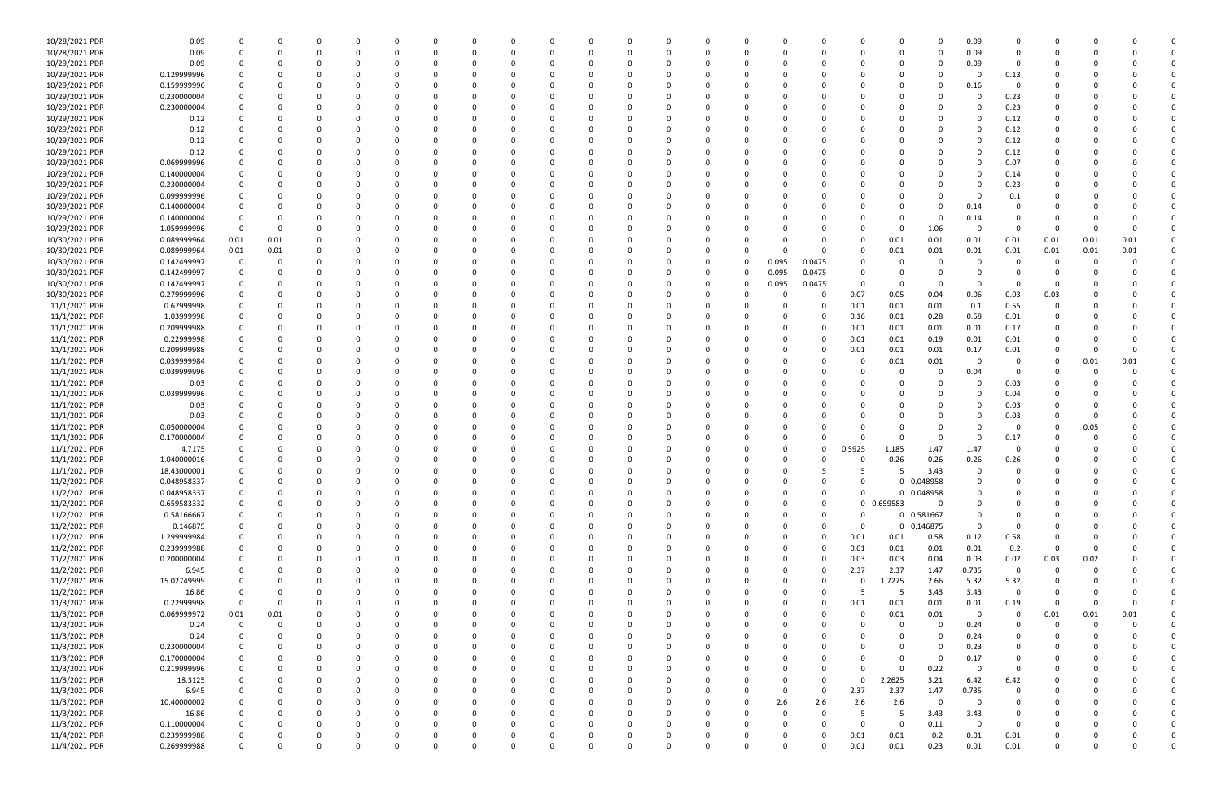| | | | | | | | | | | | | | | | | | | | | | | | | | | | |
|---|---|---|---|---|---|---|---|---|---|---|---|---|---|---|---|---|---|---|---|---|---|---|---|---|---|---|---|
| 10/28/2021 PDR | 0.09 | 0 | 0 | 0 | 0 | 0 | 0 | 0 | 0 | 0 | 0 | 0 | 0 | 0 | 0 | 0 | 0 | 0 | 0 | 0 | 0 | 0.09 | 0 | 0 | 0 | 0 | 0 |
| 10/28/2021 PDR | 0.09 | 0 | 0 | 0 | 0 | 0 | 0 | 0 | 0 | 0 | 0 | 0 | 0 | 0 | 0 | 0 | 0 | 0 | 0 | 0 | 0 | 0.09 | 0 | 0 | 0 | 0 | 0 |
| 10/29/2021 PDR | 0.09 | 0 | 0 | 0 | 0 | 0 | 0 | 0 | 0 | 0 | 0 | 0 | 0 | 0 | 0 | 0 | 0 | 0 | 0 | 0 | 0 | 0.09 | 0 | 0 | 0 | 0 | 0 |
| 10/29/2021 PDR | 0.129999996 | 0 | 0 | 0 | 0 | 0 | 0 | 0 | 0 | 0 | 0 | 0 | 0 | 0 | 0 | 0 | 0 | 0 | 0 | 0 | 0 | 0 | 0.13 | 0 | 0 | 0 | 0 |
| 10/29/2021 PDR | 0.159999996 | 0 | 0 | 0 | 0 | 0 | 0 | 0 | 0 | 0 | 0 | 0 | 0 | 0 | 0 | 0 | 0 | 0 | 0 | 0 | 0 | 0.16 | 0 | 0 | 0 | 0 | 0 |
| 10/29/2021 PDR | 0.230000004 | 0 | 0 | 0 | 0 | 0 | 0 | 0 | 0 | 0 | 0 | 0 | 0 | 0 | 0 | 0 | 0 | 0 | 0 | 0 | 0 | 0 | 0.23 | 0 | 0 | 0 | 0 |
| 10/29/2021 PDR | 0.230000004 | 0 | 0 | 0 | 0 | 0 | 0 | 0 | 0 | 0 | 0 | 0 | 0 | 0 | 0 | 0 | 0 | 0 | 0 | 0 | 0 | 0 | 0.23 | 0 | 0 | 0 | 0 |
| 10/29/2021 PDR | 0.12 | 0 | 0 | 0 | 0 | 0 | 0 | 0 | 0 | 0 | 0 | 0 | 0 | 0 | 0 | 0 | 0 | 0 | 0 | 0 | 0 | 0 | 0.12 | 0 | 0 | 0 | 0 |
| 10/29/2021 PDR | 0.12 | 0 | 0 | 0 | 0 | 0 | 0 | 0 | 0 | 0 | 0 | 0 | 0 | 0 | 0 | 0 | 0 | 0 | 0 | 0 | 0 | 0 | 0.12 | 0 | 0 | 0 | 0 |
| 10/29/2021 PDR | 0.12 | 0 | 0 | 0 | 0 | 0 | 0 | 0 | 0 | 0 | 0 | 0 | 0 | 0 | 0 | 0 | 0 | 0 | 0 | 0 | 0 | 0 | 0.12 | 0 | 0 | 0 | 0 |
| 10/29/2021 PDR | 0.12 | 0 | 0 | 0 | 0 | 0 | 0 | 0 | 0 | 0 | 0 | 0 | 0 | 0 | 0 | 0 | 0 | 0 | 0 | 0 | 0 | 0 | 0.12 | 0 | 0 | 0 | 0 |
| 10/29/2021 PDR | 0.069999996 | 0 | 0 | 0 | 0 | 0 | 0 | 0 | 0 | 0 | 0 | 0 | 0 | 0 | 0 | 0 | 0 | 0 | 0 | 0 | 0 | 0 | 0.07 | 0 | 0 | 0 | 0 |
| 10/29/2021 PDR | 0.140000004 | 0 | 0 | 0 | 0 | 0 | 0 | 0 | 0 | 0 | 0 | 0 | 0 | 0 | 0 | 0 | 0 | 0 | 0 | 0 | 0 | 0 | 0.14 | 0 | 0 | 0 | 0 |
| 10/29/2021 PDR | 0.230000004 | 0 | 0 | 0 | 0 | 0 | 0 | 0 | 0 | 0 | 0 | 0 | 0 | 0 | 0 | 0 | 0 | 0 | 0 | 0 | 0 | 0 | 0.23 | 0 | 0 | 0 | 0 |
| 10/29/2021 PDR | 0.099999999 | 0 | 0 | 0 | 0 | 0 | 0 | 0 | 0 | 0 | 0 | 0 | 0 | 0 | 0 | 0 | 0 | 0 | 0 | 0 | 0 | 0 | 0.1 | 0 | 0 | 0 | 0 |
| 10/29/2021 PDR | 0.140000004 | 0 | 0 | 0 | 0 | 0 | 0 | 0 | 0 | 0 | 0 | 0 | 0 | 0 | 0 | 0 | 0 | 0 | 0 | 0 | 0 | 0.14 | 0 | 0 | 0 | 0 | 0 |
| 10/29/2021 PDR | 0.140000004 | 0 | 0 | 0 | 0 | 0 | 0 | 0 | 0 | 0 | 0 | 0 | 0 | 0 | 0 | 0 | 0 | 0 | 0 | 0 | 0 | 0.14 | 0 | 0 | 0 | 0 | 0 |
| 10/29/2021 PDR | 1.059999996 | 0 | 0 | 0 | 0 | 0 | 0 | 0 | 0 | 0 | 0 | 0 | 0 | 0 | 0 | 0 | 0 | 0 | 0 | 0 | 1.06 | 0 | 0 | 0 | 0 | 0 | 0 |
| 10/30/2021 PDR | 0.089999964 | 0.01 | 0.01 | 0 | 0 | 0 | 0 | 0 | 0 | 0 | 0 | 0 | 0 | 0 | 0 | 0 | 0 | 0 | 0 | 0.01 | 0.01 | 0.01 | 0.01 | 0.01 | 0.01 | 0.01 | 0 |
| 10/30/2021 PDR | 0.089999964 | 0.01 | 0.01 | 0 | 0 | 0 | 0 | 0 | 0 | 0 | 0 | 0 | 0 | 0 | 0 | 0 | 0 | 0 | 0 | 0.01 | 0.01 | 0.01 | 0.01 | 0.01 | 0.01 | 0.01 | 0 |
| 10/30/2021 PDR | 0.142499997 | 0 | 0 | 0 | 0 | 0 | 0 | 0 | 0 | 0 | 0 | 0 | 0 | 0 | 0 | 0 | 0.095 | 0.0475 | 0 | 0 | 0 | 0 | 0 | 0 | 0 | 0 | 0 |
| 10/30/2021 PDR | 0.142499997 | 0 | 0 | 0 | 0 | 0 | 0 | 0 | 0 | 0 | 0 | 0 | 0 | 0 | 0 | 0 | 0.095 | 0.0475 | 0 | 0 | 0 | 0 | 0 | 0 | 0 | 0 | 0 |
| 10/30/2021 PDR | 0.142499997 | 0 | 0 | 0 | 0 | 0 | 0 | 0 | 0 | 0 | 0 | 0 | 0 | 0 | 0 | 0 | 0.095 | 0.0475 | 0 | 0 | 0 | 0 | 0 | 0 | 0 | 0 | 0 |
| 10/30/2021 PDR | 0.279999996 | 0 | 0 | 0 | 0 | 0 | 0 | 0 | 0 | 0 | 0 | 0 | 0 | 0 | 0 | 0 | 0 | 0 | 0.07 | 0.05 | 0.04 | 0.06 | 0.03 | 0.03 | 0 | 0 | 0 |
| 11/1/2021 PDR | 0.67999998 | 0 | 0 | 0 | 0 | 0 | 0 | 0 | 0 | 0 | 0 | 0 | 0 | 0 | 0 | 0 | 0 | 0 | 0.01 | 0.01 | 0.01 | 0.1 | 0.55 | 0 | 0 | 0 | 0 |
| 11/1/2021 PDR | 1.03999998 | 0 | 0 | 0 | 0 | 0 | 0 | 0 | 0 | 0 | 0 | 0 | 0 | 0 | 0 | 0 | 0 | 0 | 0.16 | 0.01 | 0.28 | 0.58 | 0.01 | 0 | 0 | 0 | 0 |
| 11/1/2021 PDR | 0.209999988 | 0 | 0 | 0 | 0 | 0 | 0 | 0 | 0 | 0 | 0 | 0 | 0 | 0 | 0 | 0 | 0 | 0 | 0.01 | 0.01 | 0.01 | 0.01 | 0.17 | 0 | 0 | 0 | 0 |
| 11/1/2021 PDR | 0.22999998 | 0 | 0 | 0 | 0 | 0 | 0 | 0 | 0 | 0 | 0 | 0 | 0 | 0 | 0 | 0 | 0 | 0 | 0.01 | 0.01 | 0.19 | 0.01 | 0.01 | 0 | 0 | 0 | 0 |
| 11/1/2021 PDR | 0.209999988 | 0 | 0 | 0 | 0 | 0 | 0 | 0 | 0 | 0 | 0 | 0 | 0 | 0 | 0 | 0 | 0 | 0 | 0.01 | 0.01 | 0.01 | 0.17 | 0.01 | 0 | 0 | 0 | 0 |
| 11/1/2021 PDR | 0.039999984 | 0 | 0 | 0 | 0 | 0 | 0 | 0 | 0 | 0 | 0 | 0 | 0 | 0 | 0 | 0 | 0 | 0 | 0 | 0.01 | 0.01 | 0 | 0 | 0 | 0.01 | 0.01 | 0 |
| 11/1/2021 PDR | 0.039999996 | 0 | 0 | 0 | 0 | 0 | 0 | 0 | 0 | 0 | 0 | 0 | 0 | 0 | 0 | 0 | 0 | 0 | 0 | 0 | 0 | 0.04 | 0 | 0 | 0 | 0 | 0 |
| 11/1/2021 PDR | 0.03 | 0 | 0 | 0 | 0 | 0 | 0 | 0 | 0 | 0 | 0 | 0 | 0 | 0 | 0 | 0 | 0 | 0 | 0 | 0 | 0 | 0 | 0.03 | 0 | 0 | 0 | 0 |
| 11/1/2021 PDR | 0.039999996 | 0 | 0 | 0 | 0 | 0 | 0 | 0 | 0 | 0 | 0 | 0 | 0 | 0 | 0 | 0 | 0 | 0 | 0 | 0 | 0 | 0 | 0.04 | 0 | 0 | 0 | 0 |
| 11/1/2021 PDR | 0.03 | 0 | 0 | 0 | 0 | 0 | 0 | 0 | 0 | 0 | 0 | 0 | 0 | 0 | 0 | 0 | 0 | 0 | 0 | 0 | 0 | 0 | 0.03 | 0 | 0 | 0 | 0 |
| 11/1/2021 PDR | 0.03 | 0 | 0 | 0 | 0 | 0 | 0 | 0 | 0 | 0 | 0 | 0 | 0 | 0 | 0 | 0 | 0 | 0 | 0 | 0 | 0 | 0 | 0.03 | 0 | 0 | 0 | 0 |
| 11/1/2021 PDR | 0.050000004 | 0 | 0 | 0 | 0 | 0 | 0 | 0 | 0 | 0 | 0 | 0 | 0 | 0 | 0 | 0 | 0 | 0 | 0 | 0 | 0 | 0 | 0 | 0 | 0.05 | 0 | 0 |
| 11/1/2021 PDR | 0.170000004 | 0 | 0 | 0 | 0 | 0 | 0 | 0 | 0 | 0 | 0 | 0 | 0 | 0 | 0 | 0 | 0 | 0 | 0 | 0 | 0 | 0 | 0.17 | 0 | 0 | 0 | 0 |
| 11/1/2021 PDR | 4.7175 | 0 | 0 | 0 | 0 | 0 | 0 | 0 | 0 | 0 | 0 | 0 | 0 | 0 | 0 | 0 | 0 | 0 | 0.5925 | 1.185 | 1.47 | 1.47 | 0 | 0 | 0 | 0 | 0 |
| 11/1/2021 PDR | 1.040000016 | 0 | 0 | 0 | 0 | 0 | 0 | 0 | 0 | 0 | 0 | 0 | 0 | 0 | 0 | 0 | 0 | 0 | 0 | 0.26 | 0.26 | 0.26 | 0.26 | 0 | 0 | 0 | 0 |
| 11/1/2021 PDR | 18.43000001 | 0 | 0 | 0 | 0 | 0 | 0 | 0 | 0 | 0 | 0 | 0 | 0 | 0 | 0 | 0 | 0 | 5 | 5 | 5 | 3.43 | 0 | 0 | 0 | 0 | 0 | 0 |
| 11/2/2021 PDR | 0.048958337 | 0 | 0 | 0 | 0 | 0 | 0 | 0 | 0 | 0 | 0 | 0 | 0 | 0 | 0 | 0 | 0 | 0 | 0 | 0 | 0.048958 | 0 | 0 | 0 | 0 | 0 | 0 |
| 11/2/2021 PDR | 0.048958337 | 0 | 0 | 0 | 0 | 0 | 0 | 0 | 0 | 0 | 0 | 0 | 0 | 0 | 0 | 0 | 0 | 0 | 0 | 0 | 0.048958 | 0 | 0 | 0 | 0 | 0 | 0 |
| 11/2/2021 PDR | 0.659583332 | 0 | 0 | 0 | 0 | 0 | 0 | 0 | 0 | 0 | 0 | 0 | 0 | 0 | 0 | 0 | 0 | 0 | 0 | 0.659583 | 0 | 0 | 0 | 0 | 0 | 0 | 0 |
| 11/2/2021 PDR | 0.58166667 | 0 | 0 | 0 | 0 | 0 | 0 | 0 | 0 | 0 | 0 | 0 | 0 | 0 | 0 | 0 | 0 | 0 | 0 | 0 | 0.581667 | 0 | 0 | 0 | 0 | 0 | 0 |
| 11/2/2021 PDR | 0.146875 | 0 | 0 | 0 | 0 | 0 | 0 | 0 | 0 | 0 | 0 | 0 | 0 | 0 | 0 | 0 | 0 | 0 | 0 | 0 | 0.146875 | 0 | 0 | 0 | 0 | 0 | 0 |
| 11/2/2021 PDR | 1.299999984 | 0 | 0 | 0 | 0 | 0 | 0 | 0 | 0 | 0 | 0 | 0 | 0 | 0 | 0 | 0 | 0 | 0 | 0.01 | 0.01 | 0.58 | 0.12 | 0.58 | 0 | 0 | 0 | 0 |
| 11/2/2021 PDR | 0.239999988 | 0 | 0 | 0 | 0 | 0 | 0 | 0 | 0 | 0 | 0 | 0 | 0 | 0 | 0 | 0 | 0 | 0 | 0.01 | 0.01 | 0.01 | 0.01 | 0.2 | 0 | 0 | 0 | 0 |
| 11/2/2021 PDR | 0.200000004 | 0 | 0 | 0 | 0 | 0 | 0 | 0 | 0 | 0 | 0 | 0 | 0 | 0 | 0 | 0 | 0 | 0 | 0.03 | 0.03 | 0.04 | 0.03 | 0.02 | 0.03 | 0.02 | 0 | 0 |
| 11/2/2021 PDR | 6.945 | 0 | 0 | 0 | 0 | 0 | 0 | 0 | 0 | 0 | 0 | 0 | 0 | 0 | 0 | 0 | 0 | 0 | 2.37 | 2.37 | 1.47 | 0.735 | 0 | 0 | 0 | 0 | 0 |
| 11/2/2021 PDR | 15.02749999 | 0 | 0 | 0 | 0 | 0 | 0 | 0 | 0 | 0 | 0 | 0 | 0 | 0 | 0 | 0 | 0 | 0 | 0 | 1.7275 | 2.66 | 5.32 | 5.32 | 0 | 0 | 0 | 0 |
| 11/2/2021 PDR | 16.86 | 0 | 0 | 0 | 0 | 0 | 0 | 0 | 0 | 0 | 0 | 0 | 0 | 0 | 0 | 0 | 0 | 0 | 5 | 5 | 3.43 | 3.43 | 0 | 0 | 0 | 0 | 0 |
| 11/3/2021 PDR | 0.22999998 | 0 | 0 | 0 | 0 | 0 | 0 | 0 | 0 | 0 | 0 | 0 | 0 | 0 | 0 | 0 | 0 | 0 | 0.01 | 0.01 | 0.01 | 0.01 | 0.19 | 0 | 0 | 0 | 0 |
| 11/3/2021 PDR | 0.069999972 | 0.01 | 0.01 | 0 | 0 | 0 | 0 | 0 | 0 | 0 | 0 | 0 | 0 | 0 | 0 | 0 | 0 | 0 | 0 | 0.01 | 0.01 | 0 | 0 | 0.01 | 0.01 | 0.01 | 0 |
| 11/3/2021 PDR | 0.24 | 0 | 0 | 0 | 0 | 0 | 0 | 0 | 0 | 0 | 0 | 0 | 0 | 0 | 0 | 0 | 0 | 0 | 0 | 0 | 0 | 0.24 | 0 | 0 | 0 | 0 | 0 |
| 11/3/2021 PDR | 0.24 | 0 | 0 | 0 | 0 | 0 | 0 | 0 | 0 | 0 | 0 | 0 | 0 | 0 | 0 | 0 | 0 | 0 | 0 | 0 | 0 | 0.24 | 0 | 0 | 0 | 0 | 0 |
| 11/3/2021 PDR | 0.230000004 | 0 | 0 | 0 | 0 | 0 | 0 | 0 | 0 | 0 | 0 | 0 | 0 | 0 | 0 | 0 | 0 | 0 | 0 | 0 | 0 | 0.23 | 0 | 0 | 0 | 0 | 0 |
| 11/3/2021 PDR | 0.170000004 | 0 | 0 | 0 | 0 | 0 | 0 | 0 | 0 | 0 | 0 | 0 | 0 | 0 | 0 | 0 | 0 | 0 | 0 | 0 | 0 | 0.17 | 0 | 0 | 0 | 0 | 0 |
| 11/3/2021 PDR | 0.219999996 | 0 | 0 | 0 | 0 | 0 | 0 | 0 | 0 | 0 | 0 | 0 | 0 | 0 | 0 | 0 | 0 | 0 | 0 | 0 | 0.22 | 0 | 0 | 0 | 0 | 0 | 0 |
| 11/3/2021 PDR | 18.3125 | 0 | 0 | 0 | 0 | 0 | 0 | 0 | 0 | 0 | 0 | 0 | 0 | 0 | 0 | 0 | 0 | 0 | 0 | 2.2625 | 3.21 | 6.42 | 6.42 | 0 | 0 | 0 | 0 |
| 11/3/2021 PDR | 6.945 | 0 | 0 | 0 | 0 | 0 | 0 | 0 | 0 | 0 | 0 | 0 | 0 | 0 | 0 | 0 | 0 | 0 | 2.37 | 2.37 | 1.47 | 0.735 | 0 | 0 | 0 | 0 | 0 |
| 11/3/2021 PDR | 10.40000002 | 0 | 0 | 0 | 0 | 0 | 0 | 0 | 0 | 0 | 0 | 0 | 0 | 0 | 0 | 0 | 2.6 | 2.6 | 2.6 | 2.6 | 0 | 0 | 0 | 0 | 0 | 0 | 0 |
| 11/3/2021 PDR | 16.86 | 0 | 0 | 0 | 0 | 0 | 0 | 0 | 0 | 0 | 0 | 0 | 0 | 0 | 0 | 0 | 0 | 0 | 5 | 5 | 3.43 | 3.43 | 0 | 0 | 0 | 0 | 0 |
| 11/3/2021 PDR | 0.110000004 | 0 | 0 | 0 | 0 | 0 | 0 | 0 | 0 | 0 | 0 | 0 | 0 | 0 | 0 | 0 | 0 | 0 | 0 | 0 | 0.11 | 0 | 0 | 0 | 0 | 0 | 0 |
| 11/4/2021 PDR | 0.239999988 | 0 | 0 | 0 | 0 | 0 | 0 | 0 | 0 | 0 | 0 | 0 | 0 | 0 | 0 | 0 | 0 | 0 | 0.01 | 0.01 | 0.2 | 0.01 | 0.01 | 0 | 0 | 0 | 0 |
| 11/4/2021 PDR | 0.269999988 | 0 | 0 | 0 | 0 | 0 | 0 | 0 | 0 | 0 | 0 | 0 | 0 | 0 | 0 | 0 | 0 | 0 | 0.01 | 0.01 | 0.23 | 0.01 | 0.01 | 0 | 0 | 0 | 0 |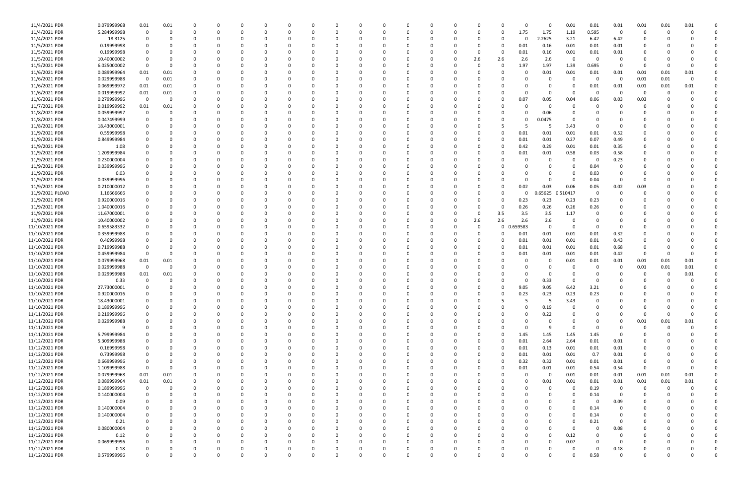| | | | | | | | | | | | | | | | | | | | | | | | | | | |
|---|---|---|---|---|---|---|---|---|---|---|---|---|---|---|---|---|---|---|---|---|---|---|---|---|---|---|
| 11/4/2021 PDR | 0.079999968 | 0.01 | 0.01 | 0 | 0 | 0 | 0 | 0 | 0 | 0 | 0 | 0 | 0 | 0 | 0 | 0 | 0 | 0 | 0 | 0.01 | 0.01 | 0.01 | 0.01 | 0.01 | 0.01 | 0 |
| 11/4/2021 PDR | 5.284999998 | 0 | 0 | 0 | 0 | 0 | 0 | 0 | 0 | 0 | 0 | 0 | 0 | 0 | 0 | 0 | 0 | 1.75 | 1.75 | 1.19 | 0.595 | 0 | 0 | 0 | 0 | 0 |
| 11/4/2021 PDR | 18.3125 | 0 | 0 | 0 | 0 | 0 | 0 | 0 | 0 | 0 | 0 | 0 | 0 | 0 | 0 | 0 | 0 | 0 | 2.2625 | 3.21 | 6.42 | 6.42 | 0 | 0 | 0 | 0 |
| 11/5/2021 PDR | 0.19999998 | 0 | 0 | 0 | 0 | 0 | 0 | 0 | 0 | 0 | 0 | 0 | 0 | 0 | 0 | 0 | 0 | 0.01 | 0.16 | 0.01 | 0.01 | 0.01 | 0 | 0 | 0 | 0 |
| 11/5/2021 PDR | 0.19999998 | 0 | 0 | 0 | 0 | 0 | 0 | 0 | 0 | 0 | 0 | 0 | 0 | 0 | 0 | 0 | 0 | 0.01 | 0.16 | 0.01 | 0.01 | 0.01 | 0 | 0 | 0 | 0 |
| 11/5/2021 PDR | 10.40000002 | 0 | 0 | 0 | 0 | 0 | 0 | 0 | 0 | 0 | 0 | 0 | 0 | 0 | 0 | 2.6 | 2.6 | 2.6 | 2.6 | 0 | 0 | 0 | 0 | 0 | 0 | 0 |
| 11/5/2021 PDR | 6.025000002 | 0 | 0 | 0 | 0 | 0 | 0 | 0 | 0 | 0 | 0 | 0 | 0 | 0 | 0 | 0 | 0 | 1.97 | 1.97 | 1.39 | 0.695 | 0 | 0 | 0 | 0 | 0 |
| 11/6/2021 PDR | 0.089999964 | 0.01 | 0.01 | 0 | 0 | 0 | 0 | 0 | 0 | 0 | 0 | 0 | 0 | 0 | 0 | 0 | 0 | 0 | 0.01 | 0.01 | 0.01 | 0.01 | 0.01 | 0.01 | 0.01 | 0 |
| 11/6/2021 PDR | 0.029999988 | 0 | 0.01 | 0 | 0 | 0 | 0 | 0 | 0 | 0 | 0 | 0 | 0 | 0 | 0 | 0 | 0 | 0 | 0 | 0 | 0 | 0 | 0.01 | 0.01 | 0 | 0 |
| 11/6/2021 PDR | 0.069999972 | 0.01 | 0.01 | 0 | 0 | 0 | 0 | 0 | 0 | 0 | 0 | 0 | 0 | 0 | 0 | 0 | 0 | 0 | 0 | 0 | 0.01 | 0.01 | 0.01 | 0.01 | 0.01 | 0 |
| 11/6/2021 PDR | 0.019999992 | 0.01 | 0.01 | 0 | 0 | 0 | 0 | 0 | 0 | 0 | 0 | 0 | 0 | 0 | 0 | 0 | 0 | 0 | 0 | 0 | 0 | 0 | 0 | 0 | 0 | 0 |
| 11/6/2021 PDR | 0.279999996 | 0 | 0 | 0 | 0 | 0 | 0 | 0 | 0 | 0 | 0 | 0 | 0 | 0 | 0 | 0 | 0 | 0.07 | 0.05 | 0.04 | 0.06 | 0.03 | 0.03 | 0 | 0 | 0 |
| 11/7/2021 PDR | 0.019999992 | 0.01 | 0.01 | 0 | 0 | 0 | 0 | 0 | 0 | 0 | 0 | 0 | 0 | 0 | 0 | 0 | 0 | 0 | 0 | 0 | 0 | 0 | 0 | 0 | 0 | 0 |
| 11/8/2021 PDR | 0.059999997 | 0 | 0 | 0 | 0 | 0 | 0 | 0 | 0 | 0 | 0 | 0 | 0 | 0 | 0 | 0 | 0 | 0 | 0.06 | 0 | 0 | 0 | 0 | 0 | 0 | 0 |
| 11/8/2021 PDR | 0.047499999 | 0 | 0 | 0 | 0 | 0 | 0 | 0 | 0 | 0 | 0 | 0 | 0 | 0 | 0 | 0 | 0 | 0 | 0.0475 | 0 | 0 | 0 | 0 | 0 | 0 | 0 |
| 11/8/2021 PDR | 18.43000001 | 0 | 0 | 0 | 0 | 0 | 0 | 0 | 0 | 0 | 0 | 0 | 0 | 0 | 0 | 0 | 5 | 5 | 5 | 3.43 | 0 | 0 | 0 | 0 | 0 | 0 |
| 11/9/2021 PDR | 0.55999998 | 0 | 0 | 0 | 0 | 0 | 0 | 0 | 0 | 0 | 0 | 0 | 0 | 0 | 0 | 0 | 0 | 0.01 | 0.01 | 0.01 | 0.01 | 0.52 | 0 | 0 | 0 | 0 |
| 11/9/2021 PDR | 0.849999984 | 0 | 0 | 0 | 0 | 0 | 0 | 0 | 0 | 0 | 0 | 0 | 0 | 0 | 0 | 0 | 0 | 0.01 | 0.01 | 0.27 | 0.07 | 0.49 | 0 | 0 | 0 | 0 |
| 11/9/2021 PDR | 1.08 | 0 | 0 | 0 | 0 | 0 | 0 | 0 | 0 | 0 | 0 | 0 | 0 | 0 | 0 | 0 | 0 | 0.42 | 0.29 | 0.01 | 0.01 | 0.35 | 0 | 0 | 0 | 0 |
| 11/9/2021 PDR | 1.209999984 | 0 | 0 | 0 | 0 | 0 | 0 | 0 | 0 | 0 | 0 | 0 | 0 | 0 | 0 | 0 | 0 | 0.01 | 0.01 | 0.58 | 0.03 | 0.58 | 0 | 0 | 0 | 0 |
| 11/9/2021 PDR | 0.230000004 | 0 | 0 | 0 | 0 | 0 | 0 | 0 | 0 | 0 | 0 | 0 | 0 | 0 | 0 | 0 | 0 | 0 | 0 | 0 | 0 | 0.23 | 0 | 0 | 0 | 0 |
| 11/9/2021 PDR | 0.039999996 | 0 | 0 | 0 | 0 | 0 | 0 | 0 | 0 | 0 | 0 | 0 | 0 | 0 | 0 | 0 | 0 | 0 | 0 | 0 | 0.04 | 0 | 0 | 0 | 0 | 0 |
| 11/9/2021 PDR | 0.03 | 0 | 0 | 0 | 0 | 0 | 0 | 0 | 0 | 0 | 0 | 0 | 0 | 0 | 0 | 0 | 0 | 0 | 0 | 0 | 0.03 | 0 | 0 | 0 | 0 | 0 |
| 11/9/2021 PDR | 0.039999996 | 0 | 0 | 0 | 0 | 0 | 0 | 0 | 0 | 0 | 0 | 0 | 0 | 0 | 0 | 0 | 0 | 0 | 0 | 0 | 0.04 | 0 | 0 | 0 | 0 | 0 |
| 11/9/2021 PDR | 0.210000012 | 0 | 0 | 0 | 0 | 0 | 0 | 0 | 0 | 0 | 0 | 0 | 0 | 0 | 0 | 0 | 0 | 0.02 | 0.03 | 0.06 | 0.05 | 0.02 | 0.03 | 0 | 0 | 0 |
| 11/9/2021 PLOAD | 1.16666666 | 0 | 0 | 0 | 0 | 0 | 0 | 0 | 0 | 0 | 0 | 0 | 0 | 0 | 0 | 0 | 0 | 0 | 0.65625 | 0.510417 | 0 | 0 | 0 | 0 | 0 | 0 |
| 11/9/2021 PDR | 0.920000016 | 0 | 0 | 0 | 0 | 0 | 0 | 0 | 0 | 0 | 0 | 0 | 0 | 0 | 0 | 0 | 0 | 0.23 | 0.23 | 0.23 | 0.23 | 0 | 0 | 0 | 0 | 0 |
| 11/9/2021 PDR | 1.040000016 | 0 | 0 | 0 | 0 | 0 | 0 | 0 | 0 | 0 | 0 | 0 | 0 | 0 | 0 | 0 | 0 | 0.26 | 0.26 | 0.26 | 0.26 | 0 | 0 | 0 | 0 | 0 |
| 11/9/2021 PDR | 11.67000001 | 0 | 0 | 0 | 0 | 0 | 0 | 0 | 0 | 0 | 0 | 0 | 0 | 0 | 0 | 0 | 3.5 | 3.5 | 3.5 | 1.17 | 0 | 0 | 0 | 0 | 0 | 0 |
| 11/9/2021 PDR | 10.40000002 | 0 | 0 | 0 | 0 | 0 | 0 | 0 | 0 | 0 | 0 | 0 | 0 | 0 | 0 | 2.6 | 2.6 | 2.6 | 2.6 | 0 | 0 | 0 | 0 | 0 | 0 | 0 |
| 11/10/2021 PDR | 0.659583332 | 0 | 0 | 0 | 0 | 0 | 0 | 0 | 0 | 0 | 0 | 0 | 0 | 0 | 0 | 0 | 0 | 0.659583 | 0 | 0 | 0 | 0 | 0 | 0 | 0 | 0 |
| 11/10/2021 PDR | 0.359999988 | 0 | 0 | 0 | 0 | 0 | 0 | 0 | 0 | 0 | 0 | 0 | 0 | 0 | 0 | 0 | 0 | 0.01 | 0.01 | 0.01 | 0.01 | 0.32 | 0 | 0 | 0 | 0 |
| 11/10/2021 PDR | 0.46999998 | 0 | 0 | 0 | 0 | 0 | 0 | 0 | 0 | 0 | 0 | 0 | 0 | 0 | 0 | 0 | 0 | 0.01 | 0.01 | 0.01 | 0.01 | 0.43 | 0 | 0 | 0 | 0 |
| 11/10/2021 PDR | 0.719999988 | 0 | 0 | 0 | 0 | 0 | 0 | 0 | 0 | 0 | 0 | 0 | 0 | 0 | 0 | 0 | 0 | 0.01 | 0.01 | 0.01 | 0.01 | 0.68 | 0 | 0 | 0 | 0 |
| 11/10/2021 PDR | 0.459999984 | 0 | 0 | 0 | 0 | 0 | 0 | 0 | 0 | 0 | 0 | 0 | 0 | 0 | 0 | 0 | 0 | 0.01 | 0.01 | 0.01 | 0.01 | 0.42 | 0 | 0 | 0 | 0 |
| 11/10/2021 PDR | 0.079999968 | 0.01 | 0.01 | 0 | 0 | 0 | 0 | 0 | 0 | 0 | 0 | 0 | 0 | 0 | 0 | 0 | 0 | 0 | 0 | 0.01 | 0.01 | 0.01 | 0.01 | 0.01 | 0.01 | 0 |
| 11/10/2021 PDR | 0.029999988 | 0 | 0 | 0 | 0 | 0 | 0 | 0 | 0 | 0 | 0 | 0 | 0 | 0 | 0 | 0 | 0 | 0 | 0 | 0 | 0 | 0 | 0.01 | 0.01 | 0.01 | 0 |
| 11/10/2021 PDR | 0.029999988 | 0.01 | 0.01 | 0 | 0 | 0 | 0 | 0 | 0 | 0 | 0 | 0 | 0 | 0 | 0 | 0 | 0 | 0 | 0 | 0 | 0 | 0 | 0 | 0 | 0.01 | 0 |
| 11/10/2021 PDR | 0.33 | 0 | 0 | 0 | 0 | 0 | 0 | 0 | 0 | 0 | 0 | 0 | 0 | 0 | 0 | 0 | 0 | 0 | 0.33 | 0 | 0 | 0 | 0 | 0 | 0 | 0 |
| 11/10/2021 PDR | 27.73000001 | 0 | 0 | 0 | 0 | 0 | 0 | 0 | 0 | 0 | 0 | 0 | 0 | 0 | 0 | 0 | 0 | 9.05 | 9.05 | 6.42 | 3.21 | 0 | 0 | 0 | 0 | 0 |
| 11/10/2021 PDR | 0.920000016 | 0 | 0 | 0 | 0 | 0 | 0 | 0 | 0 | 0 | 0 | 0 | 0 | 0 | 0 | 0 | 0 | 0.23 | 0.23 | 0.23 | 0.23 | 0 | 0 | 0 | 0 | 0 |
| 11/10/2021 PDR | 18.43000001 | 0 | 0 | 0 | 0 | 0 | 0 | 0 | 0 | 0 | 0 | 0 | 0 | 0 | 0 | 0 | 5 | 5 | 5 | 3.43 | 0 | 0 | 0 | 0 | 0 | 0 |
| 11/10/2021 PDR | 0.189999996 | 0 | 0 | 0 | 0 | 0 | 0 | 0 | 0 | 0 | 0 | 0 | 0 | 0 | 0 | 0 | 0 | 0 | 0.19 | 0 | 0 | 0 | 0 | 0 | 0 | 0 |
| 11/11/2021 PDR | 0.219999996 | 0 | 0 | 0 | 0 | 0 | 0 | 0 | 0 | 0 | 0 | 0 | 0 | 0 | 0 | 0 | 0 | 0 | 0.22 | 0 | 0 | 0 | 0 | 0 | 0 | 0 |
| 11/11/2021 PDR | 0.029999988 | 0 | 0 | 0 | 0 | 0 | 0 | 0 | 0 | 0 | 0 | 0 | 0 | 0 | 0 | 0 | 0 | 0 | 0 | 0 | 0 | 0 | 0.01 | 0.01 | 0.01 | 0 |
| 11/11/2021 PDR | 9 | 0 | 0 | 0 | 0 | 0 | 0 | 0 | 0 | 0 | 0 | 0 | 0 | 0 | 0 | 0 | 0 | 0 | 9 | 0 | 0 | 0 | 0 | 0 | 0 | 0 |
| 11/11/2021 PDR | 5.799999984 | 0 | 0 | 0 | 0 | 0 | 0 | 0 | 0 | 0 | 0 | 0 | 0 | 0 | 0 | 0 | 0 | 1.45 | 1.45 | 1.45 | 1.45 | 0 | 0 | 0 | 0 | 0 |
| 11/12/2021 PDR | 5.309999988 | 0 | 0 | 0 | 0 | 0 | 0 | 0 | 0 | 0 | 0 | 0 | 0 | 0 | 0 | 0 | 0 | 0.01 | 2.64 | 2.64 | 0.01 | 0.01 | 0 | 0 | 0 | 0 |
| 11/12/2021 PDR | 0.16999998 | 0 | 0 | 0 | 0 | 0 | 0 | 0 | 0 | 0 | 0 | 0 | 0 | 0 | 0 | 0 | 0 | 0.01 | 0.13 | 0.01 | 0.01 | 0.01 | 0 | 0 | 0 | 0 |
| 11/12/2021 PDR | 0.73999998 | 0 | 0 | 0 | 0 | 0 | 0 | 0 | 0 | 0 | 0 | 0 | 0 | 0 | 0 | 0 | 0 | 0.01 | 0.01 | 0.01 | 0.7 | 0.01 | 0 | 0 | 0 | 0 |
| 11/12/2021 PDR | 0.669999996 | 0 | 0 | 0 | 0 | 0 | 0 | 0 | 0 | 0 | 0 | 0 | 0 | 0 | 0 | 0 | 0 | 0.32 | 0.32 | 0.01 | 0.01 | 0.01 | 0 | 0 | 0 | 0 |
| 11/12/2021 PDR | 1.109999988 | 0 | 0 | 0 | 0 | 0 | 0 | 0 | 0 | 0 | 0 | 0 | 0 | 0 | 0 | 0 | 0 | 0.01 | 0.01 | 0.01 | 0.54 | 0.54 | 0 | 0 | 0 | 0 |
| 11/12/2021 PDR | 0.079999968 | 0.01 | 0.01 | 0 | 0 | 0 | 0 | 0 | 0 | 0 | 0 | 0 | 0 | 0 | 0 | 0 | 0 | 0 | 0 | 0.01 | 0.01 | 0.01 | 0.01 | 0.01 | 0.01 | 0 |
| 11/12/2021 PDR | 0.089999964 | 0.01 | 0.01 | 0 | 0 | 0 | 0 | 0 | 0 | 0 | 0 | 0 | 0 | 0 | 0 | 0 | 0 | 0 | 0.01 | 0.01 | 0.01 | 0.01 | 0.01 | 0.01 | 0.01 | 0 |
| 11/12/2021 PDR | 0.189999996 | 0 | 0 | 0 | 0 | 0 | 0 | 0 | 0 | 0 | 0 | 0 | 0 | 0 | 0 | 0 | 0 | 0 | 0 | 0 | 0.19 | 0 | 0 | 0 | 0 | 0 |
| 11/12/2021 PDR | 0.140000004 | 0 | 0 | 0 | 0 | 0 | 0 | 0 | 0 | 0 | 0 | 0 | 0 | 0 | 0 | 0 | 0 | 0 | 0 | 0 | 0.14 | 0 | 0 | 0 | 0 | 0 |
| 11/12/2021 PDR | 0.09 | 0 | 0 | 0 | 0 | 0 | 0 | 0 | 0 | 0 | 0 | 0 | 0 | 0 | 0 | 0 | 0 | 0 | 0 | 0 | 0 | 0.09 | 0 | 0 | 0 | 0 |
| 11/12/2021 PDR | 0.140000004 | 0 | 0 | 0 | 0 | 0 | 0 | 0 | 0 | 0 | 0 | 0 | 0 | 0 | 0 | 0 | 0 | 0 | 0 | 0 | 0.14 | 0 | 0 | 0 | 0 | 0 |
| 11/12/2021 PDR | 0.140000004 | 0 | 0 | 0 | 0 | 0 | 0 | 0 | 0 | 0 | 0 | 0 | 0 | 0 | 0 | 0 | 0 | 0 | 0 | 0 | 0.14 | 0 | 0 | 0 | 0 | 0 |
| 11/12/2021 PDR | 0.21 | 0 | 0 | 0 | 0 | 0 | 0 | 0 | 0 | 0 | 0 | 0 | 0 | 0 | 0 | 0 | 0 | 0 | 0 | 0 | 0.21 | 0 | 0 | 0 | 0 | 0 |
| 11/12/2021 PDR | 0.080000004 | 0 | 0 | 0 | 0 | 0 | 0 | 0 | 0 | 0 | 0 | 0 | 0 | 0 | 0 | 0 | 0 | 0 | 0 | 0 | 0 | 0.08 | 0 | 0 | 0 | 0 |
| 11/12/2021 PDR | 0.12 | 0 | 0 | 0 | 0 | 0 | 0 | 0 | 0 | 0 | 0 | 0 | 0 | 0 | 0 | 0 | 0 | 0 | 0 | 0.12 | 0 | 0 | 0 | 0 | 0 | 0 |
| 11/12/2021 PDR | 0.069999996 | 0 | 0 | 0 | 0 | 0 | 0 | 0 | 0 | 0 | 0 | 0 | 0 | 0 | 0 | 0 | 0 | 0 | 0 | 0.07 | 0 | 0 | 0 | 0 | 0 | 0 |
| 11/12/2021 PDR | 0.18 | 0 | 0 | 0 | 0 | 0 | 0 | 0 | 0 | 0 | 0 | 0 | 0 | 0 | 0 | 0 | 0 | 0 | 0 | 0 | 0 | 0.18 | 0 | 0 | 0 | 0 |
| 11/12/2021 PDR | 0.579999996 | 0 | 0 | 0 | 0 | 0 | 0 | 0 | 0 | 0 | 0 | 0 | 0 | 0 | 0 | 0 | 0 | 0 | 0 | 0 | 0.58 | 0 | 0 | 0 | 0 | 0 |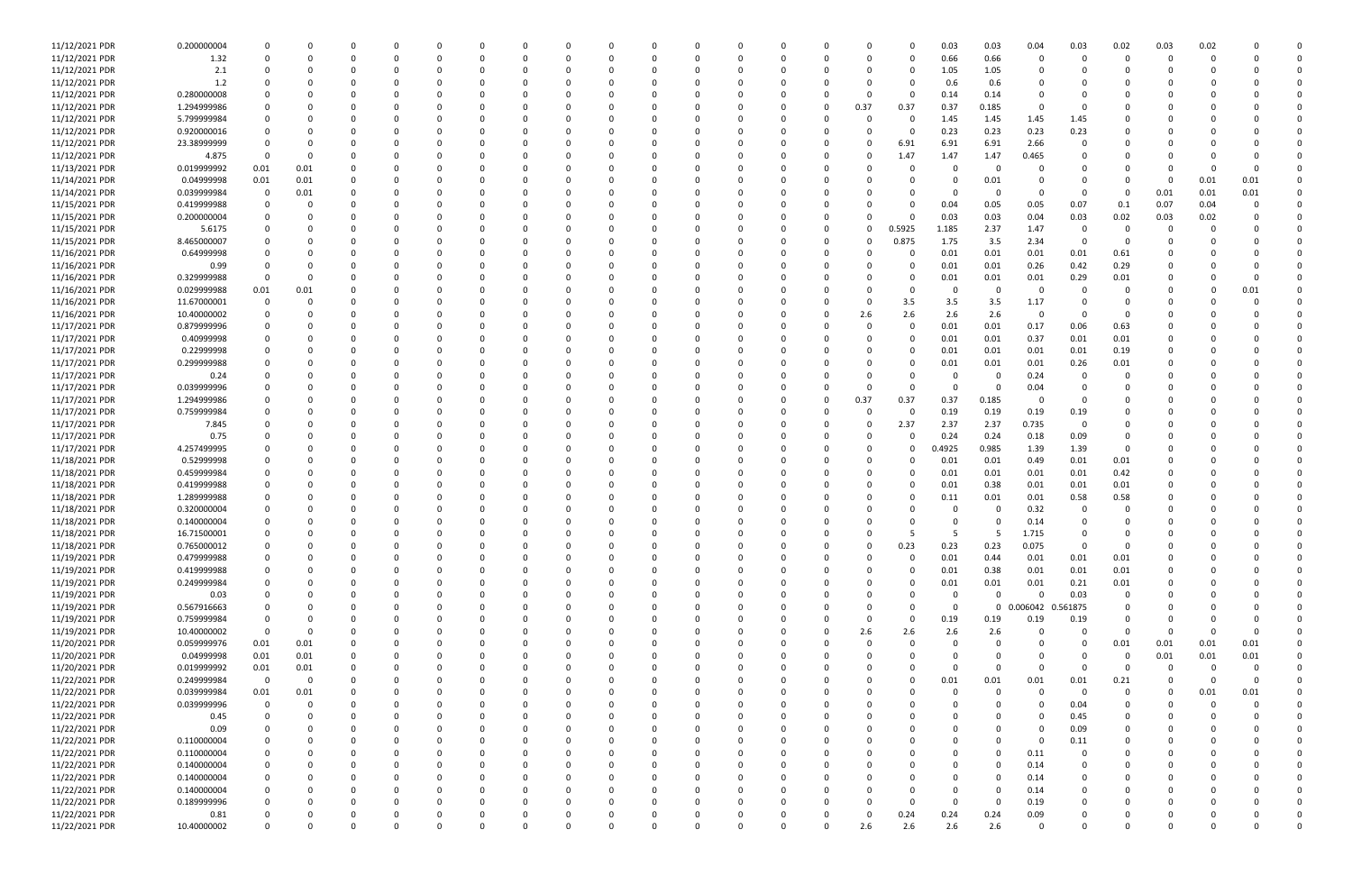| | | | | | | | | | | | | | | | | | | | | | | | | | | |
|---|---|---|---|---|---|---|---|---|---|---|---|---|---|---|---|---|---|---|---|---|---|---|---|---|---|---|
| 11/12/2021 PDR | 0.200000004 | 0 | 0 | 0 | 0 | 0 | 0 | 0 | 0 | 0 | 0 | 0 | 0 | 0 | 0 | 0 | 0 | 0.03 | 0.03 | 0.04 | 0.03 | 0.02 | 0.03 | 0.02 | 0 | 0 |
| 11/12/2021 PDR | 1.32 | 0 | 0 | 0 | 0 | 0 | 0 | 0 | 0 | 0 | 0 | 0 | 0 | 0 | 0 | 0 | 0 | 0.66 | 0.66 | 0 | 0 | 0 | 0 | 0 | 0 | 0 |
| 11/12/2021 PDR | 2.1 | 0 | 0 | 0 | 0 | 0 | 0 | 0 | 0 | 0 | 0 | 0 | 0 | 0 | 0 | 0 | 0 | 1.05 | 1.05 | 0 | 0 | 0 | 0 | 0 | 0 | 0 |
| 11/12/2021 PDR | 1.2 | 0 | 0 | 0 | 0 | 0 | 0 | 0 | 0 | 0 | 0 | 0 | 0 | 0 | 0 | 0 | 0 | 0.6 | 0.6 | 0 | 0 | 0 | 0 | 0 | 0 | 0 |
| 11/12/2021 PDR | 0.280000008 | 0 | 0 | 0 | 0 | 0 | 0 | 0 | 0 | 0 | 0 | 0 | 0 | 0 | 0 | 0 | 0 | 0.14 | 0.14 | 0 | 0 | 0 | 0 | 0 | 0 | 0 |
| 11/12/2021 PDR | 1.294999986 | 0 | 0 | 0 | 0 | 0 | 0 | 0 | 0 | 0 | 0 | 0 | 0 | 0 | 0 | 0.37 | 0.37 | 0.37 | 0.185 | 0 | 0 | 0 | 0 | 0 | 0 | 0 |
| 11/12/2021 PDR | 5.799999984 | 0 | 0 | 0 | 0 | 0 | 0 | 0 | 0 | 0 | 0 | 0 | 0 | 0 | 0 | 0 | 0 | 1.45 | 1.45 | 1.45 | 1.45 | 0 | 0 | 0 | 0 | 0 |
| 11/12/2021 PDR | 0.920000016 | 0 | 0 | 0 | 0 | 0 | 0 | 0 | 0 | 0 | 0 | 0 | 0 | 0 | 0 | 0 | 0 | 0.23 | 0.23 | 0.23 | 0.23 | 0 | 0 | 0 | 0 | 0 |
| 11/12/2021 PDR | 23.38999999 | 0 | 0 | 0 | 0 | 0 | 0 | 0 | 0 | 0 | 0 | 0 | 0 | 0 | 0 | 0 | 6.91 | 6.91 | 6.91 | 2.66 | 0 | 0 | 0 | 0 | 0 | 0 |
| 11/12/2021 PDR | 4.875 | 0 | 0 | 0 | 0 | 0 | 0 | 0 | 0 | 0 | 0 | 0 | 0 | 0 | 0 | 0 | 1.47 | 1.47 | 1.47 | 0.465 | 0 | 0 | 0 | 0 | 0 | 0 |
| 11/13/2021 PDR | 0.019999992 | 0.01 | 0.01 | 0 | 0 | 0 | 0 | 0 | 0 | 0 | 0 | 0 | 0 | 0 | 0 | 0 | 0 | 0 | 0 | 0 | 0 | 0 | 0 | 0 | 0 | 0 |
| 11/14/2021 PDR | 0.04999998 | 0.01 | 0.01 | 0 | 0 | 0 | 0 | 0 | 0 | 0 | 0 | 0 | 0 | 0 | 0 | 0 | 0 | 0 | 0.01 | 0 | 0 | 0 | 0 | 0.01 | 0.01 | 0 |
| 11/14/2021 PDR | 0.039999984 | 0 | 0.01 | 0 | 0 | 0 | 0 | 0 | 0 | 0 | 0 | 0 | 0 | 0 | 0 | 0 | 0 | 0 | 0 | 0 | 0 | 0 | 0.01 | 0.01 | 0.01 | 0 |
| 11/15/2021 PDR | 0.419999988 | 0 | 0 | 0 | 0 | 0 | 0 | 0 | 0 | 0 | 0 | 0 | 0 | 0 | 0 | 0 | 0 | 0.04 | 0.05 | 0.05 | 0.07 | 0.1 | 0.07 | 0.04 | 0 | 0 |
| 11/15/2021 PDR | 0.200000004 | 0 | 0 | 0 | 0 | 0 | 0 | 0 | 0 | 0 | 0 | 0 | 0 | 0 | 0 | 0 | 0 | 0.03 | 0.03 | 0.04 | 0.03 | 0.02 | 0.03 | 0.02 | 0 | 0 |
| 11/15/2021 PDR | 5.6175 | 0 | 0 | 0 | 0 | 0 | 0 | 0 | 0 | 0 | 0 | 0 | 0 | 0 | 0 | 0 | 0.5925 | 1.185 | 2.37 | 1.47 | 0 | 0 | 0 | 0 | 0 | 0 |
| 11/15/2021 PDR | 8.465000007 | 0 | 0 | 0 | 0 | 0 | 0 | 0 | 0 | 0 | 0 | 0 | 0 | 0 | 0 | 0 | 0.875 | 1.75 | 3.5 | 2.34 | 0 | 0 | 0 | 0 | 0 | 0 |
| 11/16/2021 PDR | 0.64999998 | 0 | 0 | 0 | 0 | 0 | 0 | 0 | 0 | 0 | 0 | 0 | 0 | 0 | 0 | 0 | 0 | 0.01 | 0.01 | 0.01 | 0.01 | 0.61 | 0 | 0 | 0 | 0 |
| 11/16/2021 PDR | 0.99 | 0 | 0 | 0 | 0 | 0 | 0 | 0 | 0 | 0 | 0 | 0 | 0 | 0 | 0 | 0 | 0 | 0.01 | 0.01 | 0.26 | 0.42 | 0.29 | 0 | 0 | 0 | 0 |
| 11/16/2021 PDR | 0.329999988 | 0 | 0 | 0 | 0 | 0 | 0 | 0 | 0 | 0 | 0 | 0 | 0 | 0 | 0 | 0 | 0 | 0.01 | 0.01 | 0.01 | 0.29 | 0.01 | 0 | 0 | 0 | 0 |
| 11/16/2021 PDR | 0.029999988 | 0.01 | 0.01 | 0 | 0 | 0 | 0 | 0 | 0 | 0 | 0 | 0 | 0 | 0 | 0 | 0 | 0 | 0 | 0 | 0 | 0 | 0 | 0 | 0 | 0.01 | 0 |
| 11/16/2021 PDR | 11.67000001 | 0 | 0 | 0 | 0 | 0 | 0 | 0 | 0 | 0 | 0 | 0 | 0 | 0 | 0 | 0 | 3.5 | 3.5 | 3.5 | 1.17 | 0 | 0 | 0 | 0 | 0 | 0 |
| 11/16/2021 PDR | 10.40000002 | 0 | 0 | 0 | 0 | 0 | 0 | 0 | 0 | 0 | 0 | 0 | 0 | 0 | 0 | 2.6 | 2.6 | 2.6 | 2.6 | 0 | 0 | 0 | 0 | 0 | 0 | 0 |
| 11/17/2021 PDR | 0.879999996 | 0 | 0 | 0 | 0 | 0 | 0 | 0 | 0 | 0 | 0 | 0 | 0 | 0 | 0 | 0 | 0 | 0.01 | 0.01 | 0.17 | 0.06 | 0.63 | 0 | 0 | 0 | 0 |
| 11/17/2021 PDR | 0.40999998 | 0 | 0 | 0 | 0 | 0 | 0 | 0 | 0 | 0 | 0 | 0 | 0 | 0 | 0 | 0 | 0 | 0.01 | 0.01 | 0.37 | 0.01 | 0.01 | 0 | 0 | 0 | 0 |
| 11/17/2021 PDR | 0.22999998 | 0 | 0 | 0 | 0 | 0 | 0 | 0 | 0 | 0 | 0 | 0 | 0 | 0 | 0 | 0 | 0 | 0.01 | 0.01 | 0.01 | 0.01 | 0.19 | 0 | 0 | 0 | 0 |
| 11/17/2021 PDR | 0.299999988 | 0 | 0 | 0 | 0 | 0 | 0 | 0 | 0 | 0 | 0 | 0 | 0 | 0 | 0 | 0 | 0 | 0.01 | 0.01 | 0.01 | 0.26 | 0.01 | 0 | 0 | 0 | 0 |
| 11/17/2021 PDR | 0.24 | 0 | 0 | 0 | 0 | 0 | 0 | 0 | 0 | 0 | 0 | 0 | 0 | 0 | 0 | 0 | 0 | 0 | 0 | 0.24 | 0 | 0 | 0 | 0 | 0 | 0 |
| 11/17/2021 PDR | 0.039999996 | 0 | 0 | 0 | 0 | 0 | 0 | 0 | 0 | 0 | 0 | 0 | 0 | 0 | 0 | 0 | 0 | 0 | 0 | 0.04 | 0 | 0 | 0 | 0 | 0 | 0 |
| 11/17/2021 PDR | 1.294999986 | 0 | 0 | 0 | 0 | 0 | 0 | 0 | 0 | 0 | 0 | 0 | 0 | 0 | 0 | 0.37 | 0.37 | 0.37 | 0.185 | 0 | 0 | 0 | 0 | 0 | 0 | 0 |
| 11/17/2021 PDR | 0.759999984 | 0 | 0 | 0 | 0 | 0 | 0 | 0 | 0 | 0 | 0 | 0 | 0 | 0 | 0 | 0 | 0 | 0.19 | 0.19 | 0.19 | 0.19 | 0 | 0 | 0 | 0 | 0 |
| 11/17/2021 PDR | 7.845 | 0 | 0 | 0 | 0 | 0 | 0 | 0 | 0 | 0 | 0 | 0 | 0 | 0 | 0 | 0 | 2.37 | 2.37 | 2.37 | 0.735 | 0 | 0 | 0 | 0 | 0 | 0 |
| 11/17/2021 PDR | 0.75 | 0 | 0 | 0 | 0 | 0 | 0 | 0 | 0 | 0 | 0 | 0 | 0 | 0 | 0 | 0 | 0 | 0.24 | 0.24 | 0.18 | 0.09 | 0 | 0 | 0 | 0 | 0 |
| 11/17/2021 PDR | 4.257499995 | 0 | 0 | 0 | 0 | 0 | 0 | 0 | 0 | 0 | 0 | 0 | 0 | 0 | 0 | 0 | 0 | 0.4925 | 0.985 | 1.39 | 1.39 | 0 | 0 | 0 | 0 | 0 |
| 11/18/2021 PDR | 0.52999998 | 0 | 0 | 0 | 0 | 0 | 0 | 0 | 0 | 0 | 0 | 0 | 0 | 0 | 0 | 0 | 0 | 0.01 | 0.01 | 0.49 | 0.01 | 0.01 | 0 | 0 | 0 | 0 |
| 11/18/2021 PDR | 0.459999984 | 0 | 0 | 0 | 0 | 0 | 0 | 0 | 0 | 0 | 0 | 0 | 0 | 0 | 0 | 0 | 0 | 0.01 | 0.01 | 0.01 | 0.01 | 0.42 | 0 | 0 | 0 | 0 |
| 11/18/2021 PDR | 0.419999988 | 0 | 0 | 0 | 0 | 0 | 0 | 0 | 0 | 0 | 0 | 0 | 0 | 0 | 0 | 0 | 0 | 0.01 | 0.38 | 0.01 | 0.01 | 0.01 | 0 | 0 | 0 | 0 |
| 11/18/2021 PDR | 1.289999988 | 0 | 0 | 0 | 0 | 0 | 0 | 0 | 0 | 0 | 0 | 0 | 0 | 0 | 0 | 0 | 0 | 0.11 | 0.01 | 0.01 | 0.58 | 0.58 | 0 | 0 | 0 | 0 |
| 11/18/2021 PDR | 0.320000004 | 0 | 0 | 0 | 0 | 0 | 0 | 0 | 0 | 0 | 0 | 0 | 0 | 0 | 0 | 0 | 0 | 0 | 0 | 0.32 | 0 | 0 | 0 | 0 | 0 | 0 |
| 11/18/2021 PDR | 0.140000004 | 0 | 0 | 0 | 0 | 0 | 0 | 0 | 0 | 0 | 0 | 0 | 0 | 0 | 0 | 0 | 0 | 0 | 0 | 0.14 | 0 | 0 | 0 | 0 | 0 | 0 |
| 11/18/2021 PDR | 16.71500001 | 0 | 0 | 0 | 0 | 0 | 0 | 0 | 0 | 0 | 0 | 0 | 0 | 0 | 0 | 0 | 5 | 5 | 5 | 1.715 | 0 | 0 | 0 | 0 | 0 | 0 |
| 11/18/2021 PDR | 0.765000012 | 0 | 0 | 0 | 0 | 0 | 0 | 0 | 0 | 0 | 0 | 0 | 0 | 0 | 0 | 0 | 0.23 | 0.23 | 0.23 | 0.075 | 0 | 0 | 0 | 0 | 0 | 0 |
| 11/19/2021 PDR | 0.479999988 | 0 | 0 | 0 | 0 | 0 | 0 | 0 | 0 | 0 | 0 | 0 | 0 | 0 | 0 | 0 | 0 | 0.01 | 0.44 | 0.01 | 0.01 | 0.01 | 0 | 0 | 0 | 0 |
| 11/19/2021 PDR | 0.419999988 | 0 | 0 | 0 | 0 | 0 | 0 | 0 | 0 | 0 | 0 | 0 | 0 | 0 | 0 | 0 | 0 | 0.01 | 0.38 | 0.01 | 0.01 | 0.01 | 0 | 0 | 0 | 0 |
| 11/19/2021 PDR | 0.249999984 | 0 | 0 | 0 | 0 | 0 | 0 | 0 | 0 | 0 | 0 | 0 | 0 | 0 | 0 | 0 | 0 | 0.01 | 0.01 | 0.01 | 0.21 | 0.01 | 0 | 0 | 0 | 0 |
| 11/19/2021 PDR | 0.03 | 0 | 0 | 0 | 0 | 0 | 0 | 0 | 0 | 0 | 0 | 0 | 0 | 0 | 0 | 0 | 0 | 0 | 0 | 0 | 0.03 | 0 | 0 | 0 | 0 | 0 |
| 11/19/2021 PDR | 0.567916663 | 0 | 0 | 0 | 0 | 0 | 0 | 0 | 0 | 0 | 0 | 0 | 0 | 0 | 0 | 0 | 0 | 0 | 0 | 0.006042 | 0.561875 | 0 | 0 | 0 | 0 | 0 |
| 11/19/2021 PDR | 0.759999984 | 0 | 0 | 0 | 0 | 0 | 0 | 0 | 0 | 0 | 0 | 0 | 0 | 0 | 0 | 0 | 0 | 0.19 | 0.19 | 0.19 | 0.19 | 0 | 0 | 0 | 0 | 0 |
| 11/19/2021 PDR | 10.40000002 | 0 | 0 | 0 | 0 | 0 | 0 | 0 | 0 | 0 | 0 | 0 | 0 | 0 | 0 | 2.6 | 2.6 | 2.6 | 2.6 | 0 | 0 | 0 | 0 | 0 | 0 | 0 |
| 11/20/2021 PDR | 0.059999976 | 0.01 | 0.01 | 0 | 0 | 0 | 0 | 0 | 0 | 0 | 0 | 0 | 0 | 0 | 0 | 0 | 0 | 0 | 0 | 0 | 0 | 0.01 | 0.01 | 0.01 | 0.01 | 0 |
| 11/20/2021 PDR | 0.04999998 | 0.01 | 0.01 | 0 | 0 | 0 | 0 | 0 | 0 | 0 | 0 | 0 | 0 | 0 | 0 | 0 | 0 | 0 | 0 | 0 | 0 | 0 | 0.01 | 0.01 | 0.01 | 0 |
| 11/20/2021 PDR | 0.019999992 | 0.01 | 0.01 | 0 | 0 | 0 | 0 | 0 | 0 | 0 | 0 | 0 | 0 | 0 | 0 | 0 | 0 | 0 | 0 | 0 | 0 | 0 | 0 | 0 | 0 | 0 |
| 11/22/2021 PDR | 0.249999984 | 0 | 0 | 0 | 0 | 0 | 0 | 0 | 0 | 0 | 0 | 0 | 0 | 0 | 0 | 0 | 0 | 0.01 | 0.01 | 0.01 | 0.01 | 0.21 | 0 | 0 | 0 | 0 |
| 11/22/2021 PDR | 0.039999984 | 0.01 | 0.01 | 0 | 0 | 0 | 0 | 0 | 0 | 0 | 0 | 0 | 0 | 0 | 0 | 0 | 0 | 0 | 0 | 0 | 0 | 0 | 0 | 0.01 | 0.01 | 0 |
| 11/22/2021 PDR | 0.039999996 | 0 | 0 | 0 | 0 | 0 | 0 | 0 | 0 | 0 | 0 | 0 | 0 | 0 | 0 | 0 | 0 | 0 | 0 | 0 | 0.04 | 0 | 0 | 0 | 0 | 0 |
| 11/22/2021 PDR | 0.45 | 0 | 0 | 0 | 0 | 0 | 0 | 0 | 0 | 0 | 0 | 0 | 0 | 0 | 0 | 0 | 0 | 0 | 0 | 0 | 0.45 | 0 | 0 | 0 | 0 | 0 |
| 11/22/2021 PDR | 0.09 | 0 | 0 | 0 | 0 | 0 | 0 | 0 | 0 | 0 | 0 | 0 | 0 | 0 | 0 | 0 | 0 | 0 | 0 | 0 | 0.09 | 0 | 0 | 0 | 0 | 0 |
| 11/22/2021 PDR | 0.110000004 | 0 | 0 | 0 | 0 | 0 | 0 | 0 | 0 | 0 | 0 | 0 | 0 | 0 | 0 | 0 | 0 | 0 | 0 | 0 | 0.11 | 0 | 0 | 0 | 0 | 0 |
| 11/22/2021 PDR | 0.110000004 | 0 | 0 | 0 | 0 | 0 | 0 | 0 | 0 | 0 | 0 | 0 | 0 | 0 | 0 | 0 | 0 | 0 | 0 | 0.11 | 0 | 0 | 0 | 0 | 0 | 0 |
| 11/22/2021 PDR | 0.140000004 | 0 | 0 | 0 | 0 | 0 | 0 | 0 | 0 | 0 | 0 | 0 | 0 | 0 | 0 | 0 | 0 | 0 | 0 | 0.14 | 0 | 0 | 0 | 0 | 0 | 0 |
| 11/22/2021 PDR | 0.140000004 | 0 | 0 | 0 | 0 | 0 | 0 | 0 | 0 | 0 | 0 | 0 | 0 | 0 | 0 | 0 | 0 | 0 | 0 | 0.14 | 0 | 0 | 0 | 0 | 0 | 0 |
| 11/22/2021 PDR | 0.140000004 | 0 | 0 | 0 | 0 | 0 | 0 | 0 | 0 | 0 | 0 | 0 | 0 | 0 | 0 | 0 | 0 | 0 | 0 | 0.14 | 0 | 0 | 0 | 0 | 0 | 0 |
| 11/22/2021 PDR | 0.189999996 | 0 | 0 | 0 | 0 | 0 | 0 | 0 | 0 | 0 | 0 | 0 | 0 | 0 | 0 | 0 | 0 | 0 | 0 | 0.19 | 0 | 0 | 0 | 0 | 0 | 0 |
| 11/22/2021 PDR | 0.81 | 0 | 0 | 0 | 0 | 0 | 0 | 0 | 0 | 0 | 0 | 0 | 0 | 0 | 0 | 0 | 0.24 | 0.24 | 0.24 | 0.09 | 0 | 0 | 0 | 0 | 0 | 0 |
| 11/22/2021 PDR | 10.40000002 | 0 | 0 | 0 | 0 | 0 | 0 | 0 | 0 | 0 | 0 | 0 | 0 | 0 | 0 | 2.6 | 2.6 | 2.6 | 2.6 | 0 | 0 | 0 | 0 | 0 | 0 | 0 |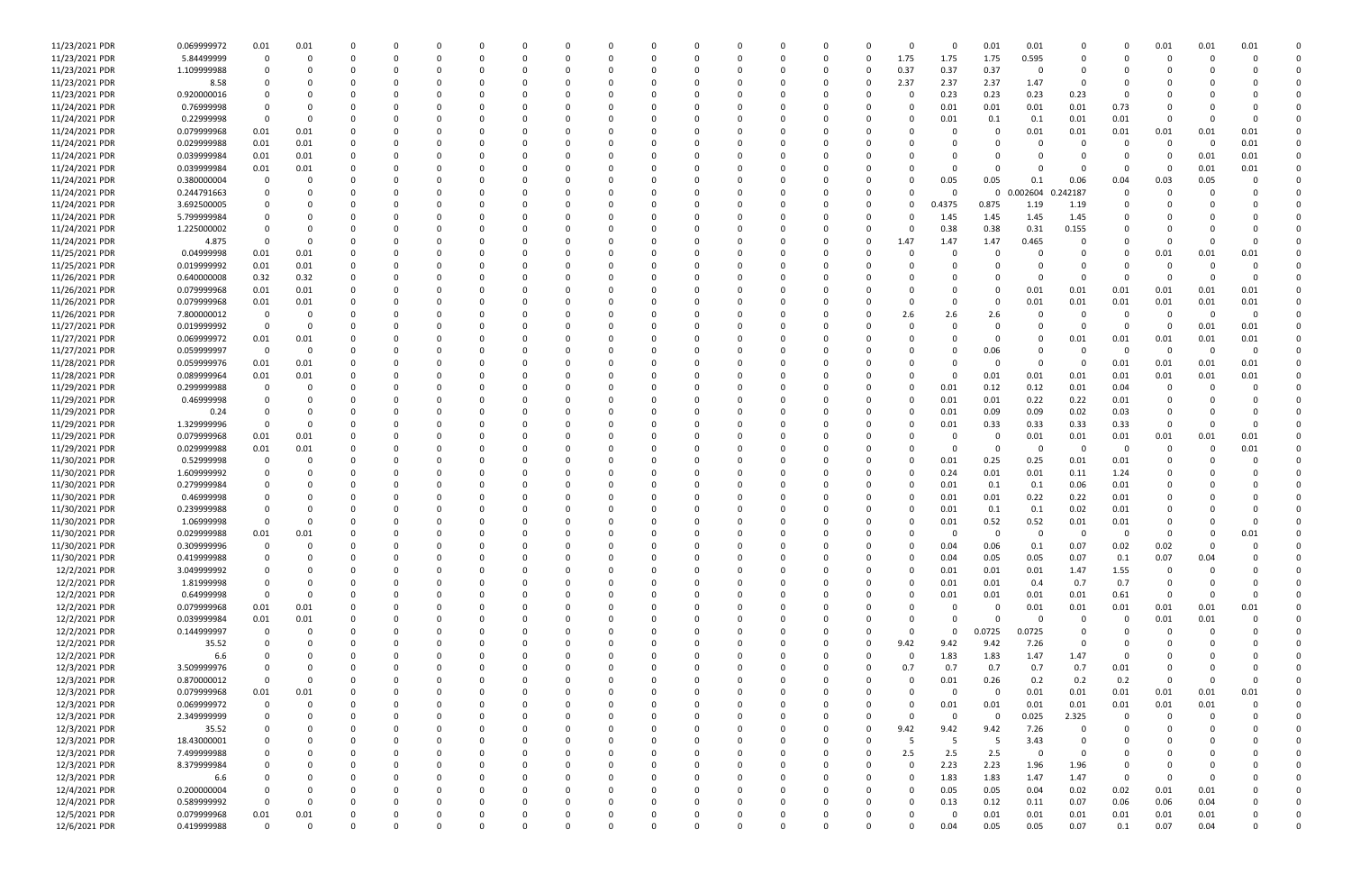| | | | | | | | | | | | | | | | | | | | | | | | | | | |
|---|---|---|---|---|---|---|---|---|---|---|---|---|---|---|---|---|---|---|---|---|---|---|---|---|---|---|
| 11/23/2021 PDR | 0.069999972 | 0.01 | 0.01 | 0 | 0 | 0 | 0 | 0 | 0 | 0 | 0 | 0 | 0 | 0 | 0 | 0 | 0 | 0 | 0 | 0.01 | 0.01 | 0 | 0 | 0.01 | 0.01 | 0.01 | 0 |
| 11/23/2021 PDR | 5.84499999 | 0 | 0 | 0 | 0 | 0 | 0 | 0 | 0 | 0 | 0 | 0 | 0 | 0 | 0 | 0 | 0 | 1.75 | 1.75 | 1.75 | 0.595 | 0 | 0 | 0 | 0 | 0 | 0 |
| 11/23/2021 PDR | 1.109999988 | 0 | 0 | 0 | 0 | 0 | 0 | 0 | 0 | 0 | 0 | 0 | 0 | 0 | 0 | 0 | 0 | 0.37 | 0.37 | 0.37 | 0 | 0 | 0 | 0 | 0 | 0 | 0 |
| 11/23/2021 PDR | 8.58 | 0 | 0 | 0 | 0 | 0 | 0 | 0 | 0 | 0 | 0 | 0 | 0 | 0 | 0 | 0 | 0 | 2.37 | 2.37 | 2.37 | 1.47 | 0 | 0 | 0 | 0 | 0 | 0 |
| 11/23/2021 PDR | 0.920000016 | 0 | 0 | 0 | 0 | 0 | 0 | 0 | 0 | 0 | 0 | 0 | 0 | 0 | 0 | 0 | 0 | 0 | 0.23 | 0.23 | 0.23 | 0.23 | 0 | 0 | 0 | 0 | 0 |
| 11/24/2021 PDR | 0.76999998 | 0 | 0 | 0 | 0 | 0 | 0 | 0 | 0 | 0 | 0 | 0 | 0 | 0 | 0 | 0 | 0 | 0 | 0.01 | 0.01 | 0.01 | 0.01 | 0.73 | 0 | 0 | 0 | 0 |
| 11/24/2021 PDR | 0.22999998 | 0 | 0 | 0 | 0 | 0 | 0 | 0 | 0 | 0 | 0 | 0 | 0 | 0 | 0 | 0 | 0 | 0 | 0.01 | 0.1 | 0.1 | 0.01 | 0.01 | 0 | 0 | 0 | 0 |
| 11/24/2021 PDR | 0.079999968 | 0.01 | 0.01 | 0 | 0 | 0 | 0 | 0 | 0 | 0 | 0 | 0 | 0 | 0 | 0 | 0 | 0 | 0 | 0 | 0 | 0.01 | 0.01 | 0.01 | 0.01 | 0.01 | 0.01 | 0 |
| 11/24/2021 PDR | 0.029999988 | 0.01 | 0.01 | 0 | 0 | 0 | 0 | 0 | 0 | 0 | 0 | 0 | 0 | 0 | 0 | 0 | 0 | 0 | 0 | 0 | 0 | 0 | 0 | 0 | 0 | 0.01 | 0 |
| 11/24/2021 PDR | 0.039999984 | 0.01 | 0.01 | 0 | 0 | 0 | 0 | 0 | 0 | 0 | 0 | 0 | 0 | 0 | 0 | 0 | 0 | 0 | 0 | 0 | 0 | 0 | 0 | 0 | 0.01 | 0.01 | 0 |
| 11/24/2021 PDR | 0.039999984 | 0.01 | 0.01 | 0 | 0 | 0 | 0 | 0 | 0 | 0 | 0 | 0 | 0 | 0 | 0 | 0 | 0 | 0 | 0 | 0 | 0 | 0 | 0 | 0 | 0.01 | 0.01 | 0 |
| 11/24/2021 PDR | 0.380000004 | 0 | 0 | 0 | 0 | 0 | 0 | 0 | 0 | 0 | 0 | 0 | 0 | 0 | 0 | 0 | 0 | 0 | 0.05 | 0.05 | 0.1 | 0.06 | 0.04 | 0.03 | 0.05 | 0 | 0 |
| 11/24/2021 PDR | 0.244791663 | 0 | 0 | 0 | 0 | 0 | 0 | 0 | 0 | 0 | 0 | 0 | 0 | 0 | 0 | 0 | 0 | 0 | 0 | 0 | 0.002604 | 0.242187 | 0 | 0 | 0 | 0 | 0 |
| 11/24/2021 PDR | 3.692500005 | 0 | 0 | 0 | 0 | 0 | 0 | 0 | 0 | 0 | 0 | 0 | 0 | 0 | 0 | 0 | 0 | 0 | 0.4375 | 0.875 | 1.19 | 1.19 | 0 | 0 | 0 | 0 | 0 |
| 11/24/2021 PDR | 5.799999984 | 0 | 0 | 0 | 0 | 0 | 0 | 0 | 0 | 0 | 0 | 0 | 0 | 0 | 0 | 0 | 0 | 0 | 1.45 | 1.45 | 1.45 | 1.45 | 0 | 0 | 0 | 0 | 0 |
| 11/24/2021 PDR | 1.225000002 | 0 | 0 | 0 | 0 | 0 | 0 | 0 | 0 | 0 | 0 | 0 | 0 | 0 | 0 | 0 | 0 | 0 | 0.38 | 0.38 | 0.31 | 0.155 | 0 | 0 | 0 | 0 | 0 |
| 11/24/2021 PDR | 4.875 | 0 | 0 | 0 | 0 | 0 | 0 | 0 | 0 | 0 | 0 | 0 | 0 | 0 | 0 | 0 | 0 | 1.47 | 1.47 | 1.47 | 0.465 | 0 | 0 | 0 | 0 | 0 | 0 |
| 11/25/2021 PDR | 0.04999998 | 0.01 | 0.01 | 0 | 0 | 0 | 0 | 0 | 0 | 0 | 0 | 0 | 0 | 0 | 0 | 0 | 0 | 0 | 0 | 0 | 0 | 0 | 0 | 0.01 | 0.01 | 0.01 | 0 |
| 11/25/2021 PDR | 0.019999992 | 0.01 | 0.01 | 0 | 0 | 0 | 0 | 0 | 0 | 0 | 0 | 0 | 0 | 0 | 0 | 0 | 0 | 0 | 0 | 0 | 0 | 0 | 0 | 0 | 0 | 0 | 0 |
| 11/26/2021 PDR | 0.640000008 | 0.32 | 0.32 | 0 | 0 | 0 | 0 | 0 | 0 | 0 | 0 | 0 | 0 | 0 | 0 | 0 | 0 | 0 | 0 | 0 | 0 | 0 | 0 | 0 | 0 | 0 | 0 |
| 11/26/2021 PDR | 0.079999968 | 0.01 | 0.01 | 0 | 0 | 0 | 0 | 0 | 0 | 0 | 0 | 0 | 0 | 0 | 0 | 0 | 0 | 0 | 0 | 0 | 0.01 | 0.01 | 0.01 | 0.01 | 0.01 | 0.01 | 0 |
| 11/26/2021 PDR | 0.079999968 | 0.01 | 0.01 | 0 | 0 | 0 | 0 | 0 | 0 | 0 | 0 | 0 | 0 | 0 | 0 | 0 | 0 | 0 | 0 | 0 | 0.01 | 0.01 | 0.01 | 0.01 | 0.01 | 0.01 | 0 |
| 11/26/2021 PDR | 7.800000012 | 0 | 0 | 0 | 0 | 0 | 0 | 0 | 0 | 0 | 0 | 0 | 0 | 0 | 0 | 0 | 0 | 2.6 | 2.6 | 2.6 | 0 | 0 | 0 | 0 | 0 | 0 | 0 |
| 11/27/2021 PDR | 0.019999992 | 0 | 0 | 0 | 0 | 0 | 0 | 0 | 0 | 0 | 0 | 0 | 0 | 0 | 0 | 0 | 0 | 0 | 0 | 0 | 0 | 0 | 0 | 0 | 0.01 | 0.01 | 0 |
| 11/27/2021 PDR | 0.069999972 | 0.01 | 0.01 | 0 | 0 | 0 | 0 | 0 | 0 | 0 | 0 | 0 | 0 | 0 | 0 | 0 | 0 | 0 | 0 | 0 | 0 | 0.01 | 0.01 | 0.01 | 0.01 | 0.01 | 0 |
| 11/27/2021 PDR | 0.059999997 | 0 | 0 | 0 | 0 | 0 | 0 | 0 | 0 | 0 | 0 | 0 | 0 | 0 | 0 | 0 | 0 | 0 | 0 | 0.06 | 0 | 0 | 0 | 0 | 0 | 0 | 0 |
| 11/28/2021 PDR | 0.059999976 | 0.01 | 0.01 | 0 | 0 | 0 | 0 | 0 | 0 | 0 | 0 | 0 | 0 | 0 | 0 | 0 | 0 | 0 | 0 | 0 | 0 | 0 | 0.01 | 0.01 | 0.01 | 0.01 | 0 |
| 11/28/2021 PDR | 0.089999964 | 0.01 | 0.01 | 0 | 0 | 0 | 0 | 0 | 0 | 0 | 0 | 0 | 0 | 0 | 0 | 0 | 0 | 0 | 0 | 0.01 | 0.01 | 0.01 | 0.01 | 0.01 | 0.01 | 0.01 | 0 |
| 11/29/2021 PDR | 0.299999988 | 0 | 0 | 0 | 0 | 0 | 0 | 0 | 0 | 0 | 0 | 0 | 0 | 0 | 0 | 0 | 0 | 0 | 0.01 | 0.12 | 0.12 | 0.01 | 0.04 | 0 | 0 | 0 | 0 |
| 11/29/2021 PDR | 0.46999998 | 0 | 0 | 0 | 0 | 0 | 0 | 0 | 0 | 0 | 0 | 0 | 0 | 0 | 0 | 0 | 0 | 0 | 0.01 | 0.01 | 0.22 | 0.22 | 0.01 | 0 | 0 | 0 | 0 |
| 11/29/2021 PDR | 0.24 | 0 | 0 | 0 | 0 | 0 | 0 | 0 | 0 | 0 | 0 | 0 | 0 | 0 | 0 | 0 | 0 | 0 | 0.01 | 0.09 | 0.09 | 0.02 | 0.03 | 0 | 0 | 0 | 0 |
| 11/29/2021 PDR | 1.329999996 | 0 | 0 | 0 | 0 | 0 | 0 | 0 | 0 | 0 | 0 | 0 | 0 | 0 | 0 | 0 | 0 | 0 | 0.01 | 0.33 | 0.33 | 0.33 | 0.33 | 0 | 0 | 0 | 0 |
| 11/29/2021 PDR | 0.079999968 | 0.01 | 0.01 | 0 | 0 | 0 | 0 | 0 | 0 | 0 | 0 | 0 | 0 | 0 | 0 | 0 | 0 | 0 | 0 | 0 | 0.01 | 0.01 | 0.01 | 0.01 | 0.01 | 0.01 | 0 |
| 11/29/2021 PDR | 0.029999988 | 0.01 | 0.01 | 0 | 0 | 0 | 0 | 0 | 0 | 0 | 0 | 0 | 0 | 0 | 0 | 0 | 0 | 0 | 0 | 0 | 0 | 0 | 0 | 0 | 0 | 0.01 | 0 |
| 11/30/2021 PDR | 0.52999998 | 0 | 0 | 0 | 0 | 0 | 0 | 0 | 0 | 0 | 0 | 0 | 0 | 0 | 0 | 0 | 0 | 0 | 0.01 | 0.25 | 0.25 | 0.01 | 0.01 | 0 | 0 | 0 | 0 |
| 11/30/2021 PDR | 1.609999992 | 0 | 0 | 0 | 0 | 0 | 0 | 0 | 0 | 0 | 0 | 0 | 0 | 0 | 0 | 0 | 0 | 0 | 0.24 | 0.01 | 0.01 | 0.11 | 1.24 | 0 | 0 | 0 | 0 |
| 11/30/2021 PDR | 0.279999984 | 0 | 0 | 0 | 0 | 0 | 0 | 0 | 0 | 0 | 0 | 0 | 0 | 0 | 0 | 0 | 0 | 0 | 0.01 | 0.1 | 0.1 | 0.06 | 0.01 | 0 | 0 | 0 | 0 |
| 11/30/2021 PDR | 0.46999998 | 0 | 0 | 0 | 0 | 0 | 0 | 0 | 0 | 0 | 0 | 0 | 0 | 0 | 0 | 0 | 0 | 0 | 0.01 | 0.01 | 0.22 | 0.22 | 0.01 | 0 | 0 | 0 | 0 |
| 11/30/2021 PDR | 0.239999988 | 0 | 0 | 0 | 0 | 0 | 0 | 0 | 0 | 0 | 0 | 0 | 0 | 0 | 0 | 0 | 0 | 0 | 0.01 | 0.1 | 0.1 | 0.02 | 0.01 | 0 | 0 | 0 | 0 |
| 11/30/2021 PDR | 1.06999998 | 0 | 0 | 0 | 0 | 0 | 0 | 0 | 0 | 0 | 0 | 0 | 0 | 0 | 0 | 0 | 0 | 0 | 0.01 | 0.52 | 0.52 | 0.01 | 0.01 | 0 | 0 | 0 | 0 |
| 11/30/2021 PDR | 0.029999988 | 0.01 | 0.01 | 0 | 0 | 0 | 0 | 0 | 0 | 0 | 0 | 0 | 0 | 0 | 0 | 0 | 0 | 0 | 0 | 0 | 0 | 0 | 0 | 0 | 0 | 0.01 | 0 |
| 11/30/2021 PDR | 0.309999996 | 0 | 0 | 0 | 0 | 0 | 0 | 0 | 0 | 0 | 0 | 0 | 0 | 0 | 0 | 0 | 0 | 0 | 0.04 | 0.06 | 0.1 | 0.07 | 0.02 | 0.02 | 0 | 0 | 0 |
| 11/30/2021 PDR | 0.419999988 | 0 | 0 | 0 | 0 | 0 | 0 | 0 | 0 | 0 | 0 | 0 | 0 | 0 | 0 | 0 | 0 | 0 | 0.04 | 0.05 | 0.05 | 0.07 | 0.1 | 0.07 | 0.04 | 0 | 0 |
| 12/2/2021 PDR | 3.049999992 | 0 | 0 | 0 | 0 | 0 | 0 | 0 | 0 | 0 | 0 | 0 | 0 | 0 | 0 | 0 | 0 | 0 | 0.01 | 0.01 | 0.01 | 1.47 | 1.55 | 0 | 0 | 0 | 0 |
| 12/2/2021 PDR | 1.81999998 | 0 | 0 | 0 | 0 | 0 | 0 | 0 | 0 | 0 | 0 | 0 | 0 | 0 | 0 | 0 | 0 | 0 | 0.01 | 0.01 | 0.4 | 0.7 | 0.7 | 0 | 0 | 0 | 0 |
| 12/2/2021 PDR | 0.64999998 | 0 | 0 | 0 | 0 | 0 | 0 | 0 | 0 | 0 | 0 | 0 | 0 | 0 | 0 | 0 | 0 | 0 | 0.01 | 0.01 | 0.01 | 0.01 | 0.61 | 0 | 0 | 0 | 0 |
| 12/2/2021 PDR | 0.079999968 | 0.01 | 0.01 | 0 | 0 | 0 | 0 | 0 | 0 | 0 | 0 | 0 | 0 | 0 | 0 | 0 | 0 | 0 | 0 | 0 | 0.01 | 0.01 | 0.01 | 0.01 | 0.01 | 0.01 | 0 |
| 12/2/2021 PDR | 0.039999984 | 0.01 | 0.01 | 0 | 0 | 0 | 0 | 0 | 0 | 0 | 0 | 0 | 0 | 0 | 0 | 0 | 0 | 0 | 0 | 0 | 0 | 0 | 0 | 0.01 | 0.01 | 0 | 0 |
| 12/2/2021 PDR | 0.144999997 | 0 | 0 | 0 | 0 | 0 | 0 | 0 | 0 | 0 | 0 | 0 | 0 | 0 | 0 | 0 | 0 | 0 | 0 | 0.0725 | 0.0725 | 0 | 0 | 0 | 0 | 0 | 0 |
| 12/2/2021 PDR | 35.52 | 0 | 0 | 0 | 0 | 0 | 0 | 0 | 0 | 0 | 0 | 0 | 0 | 0 | 0 | 0 | 0 | 9.42 | 9.42 | 9.42 | 7.26 | 0 | 0 | 0 | 0 | 0 | 0 |
| 12/2/2021 PDR | 6.6 | 0 | 0 | 0 | 0 | 0 | 0 | 0 | 0 | 0 | 0 | 0 | 0 | 0 | 0 | 0 | 0 | 0 | 1.83 | 1.83 | 1.47 | 1.47 | 0 | 0 | 0 | 0 | 0 |
| 12/3/2021 PDR | 3.509999976 | 0 | 0 | 0 | 0 | 0 | 0 | 0 | 0 | 0 | 0 | 0 | 0 | 0 | 0 | 0 | 0 | 0.7 | 0.7 | 0.7 | 0.7 | 0.7 | 0.01 | 0 | 0 | 0 | 0 |
| 12/3/2021 PDR | 0.870000012 | 0 | 0 | 0 | 0 | 0 | 0 | 0 | 0 | 0 | 0 | 0 | 0 | 0 | 0 | 0 | 0 | 0 | 0.01 | 0.26 | 0.2 | 0.2 | 0.2 | 0 | 0 | 0 | 0 |
| 12/3/2021 PDR | 0.079999968 | 0.01 | 0.01 | 0 | 0 | 0 | 0 | 0 | 0 | 0 | 0 | 0 | 0 | 0 | 0 | 0 | 0 | 0 | 0 | 0 | 0.01 | 0.01 | 0.01 | 0.01 | 0.01 | 0.01 | 0 |
| 12/3/2021 PDR | 0.069999972 | 0 | 0 | 0 | 0 | 0 | 0 | 0 | 0 | 0 | 0 | 0 | 0 | 0 | 0 | 0 | 0 | 0 | 0.01 | 0.01 | 0.01 | 0.01 | 0.01 | 0.01 | 0.01 | 0 | 0 |
| 12/3/2021 PDR | 2.349999999 | 0 | 0 | 0 | 0 | 0 | 0 | 0 | 0 | 0 | 0 | 0 | 0 | 0 | 0 | 0 | 0 | 0 | 0 | 0 | 0.025 | 2.325 | 0 | 0 | 0 | 0 | 0 |
| 12/3/2021 PDR | 35.52 | 0 | 0 | 0 | 0 | 0 | 0 | 0 | 0 | 0 | 0 | 0 | 0 | 0 | 0 | 0 | 0 | 9.42 | 9.42 | 9.42 | 7.26 | 0 | 0 | 0 | 0 | 0 | 0 |
| 12/3/2021 PDR | 18.43000001 | 0 | 0 | 0 | 0 | 0 | 0 | 0 | 0 | 0 | 0 | 0 | 0 | 0 | 0 | 0 | 0 | 5 | 5 | 5 | 3.43 | 0 | 0 | 0 | 0 | 0 | 0 |
| 12/3/2021 PDR | 7.499999988 | 0 | 0 | 0 | 0 | 0 | 0 | 0 | 0 | 0 | 0 | 0 | 0 | 0 | 0 | 0 | 0 | 2.5 | 2.5 | 2.5 | 0 | 0 | 0 | 0 | 0 | 0 | 0 |
| 12/3/2021 PDR | 8.379999984 | 0 | 0 | 0 | 0 | 0 | 0 | 0 | 0 | 0 | 0 | 0 | 0 | 0 | 0 | 0 | 0 | 0 | 2.23 | 2.23 | 1.96 | 1.96 | 0 | 0 | 0 | 0 | 0 |
| 12/3/2021 PDR | 6.6 | 0 | 0 | 0 | 0 | 0 | 0 | 0 | 0 | 0 | 0 | 0 | 0 | 0 | 0 | 0 | 0 | 0 | 1.83 | 1.83 | 1.47 | 1.47 | 0 | 0 | 0 | 0 | 0 |
| 12/4/2021 PDR | 0.200000004 | 0 | 0 | 0 | 0 | 0 | 0 | 0 | 0 | 0 | 0 | 0 | 0 | 0 | 0 | 0 | 0 | 0 | 0.05 | 0.05 | 0.04 | 0.02 | 0.02 | 0.01 | 0.01 | 0 | 0 |
| 12/4/2021 PDR | 0.589999992 | 0 | 0 | 0 | 0 | 0 | 0 | 0 | 0 | 0 | 0 | 0 | 0 | 0 | 0 | 0 | 0 | 0 | 0.13 | 0.12 | 0.11 | 0.07 | 0.06 | 0.06 | 0.04 | 0 | 0 |
| 12/5/2021 PDR | 0.079999968 | 0.01 | 0.01 | 0 | 0 | 0 | 0 | 0 | 0 | 0 | 0 | 0 | 0 | 0 | 0 | 0 | 0 | 0 | 0 | 0.01 | 0.01 | 0.01 | 0.01 | 0.01 | 0.01 | 0 | 0 |
| 12/6/2021 PDR | 0.419999988 | 0 | 0 | 0 | 0 | 0 | 0 | 0 | 0 | 0 | 0 | 0 | 0 | 0 | 0 | 0 | 0 | 0 | 0.04 | 0.05 | 0.05 | 0.07 | 0.1 | 0.07 | 0.04 | 0 | 0 |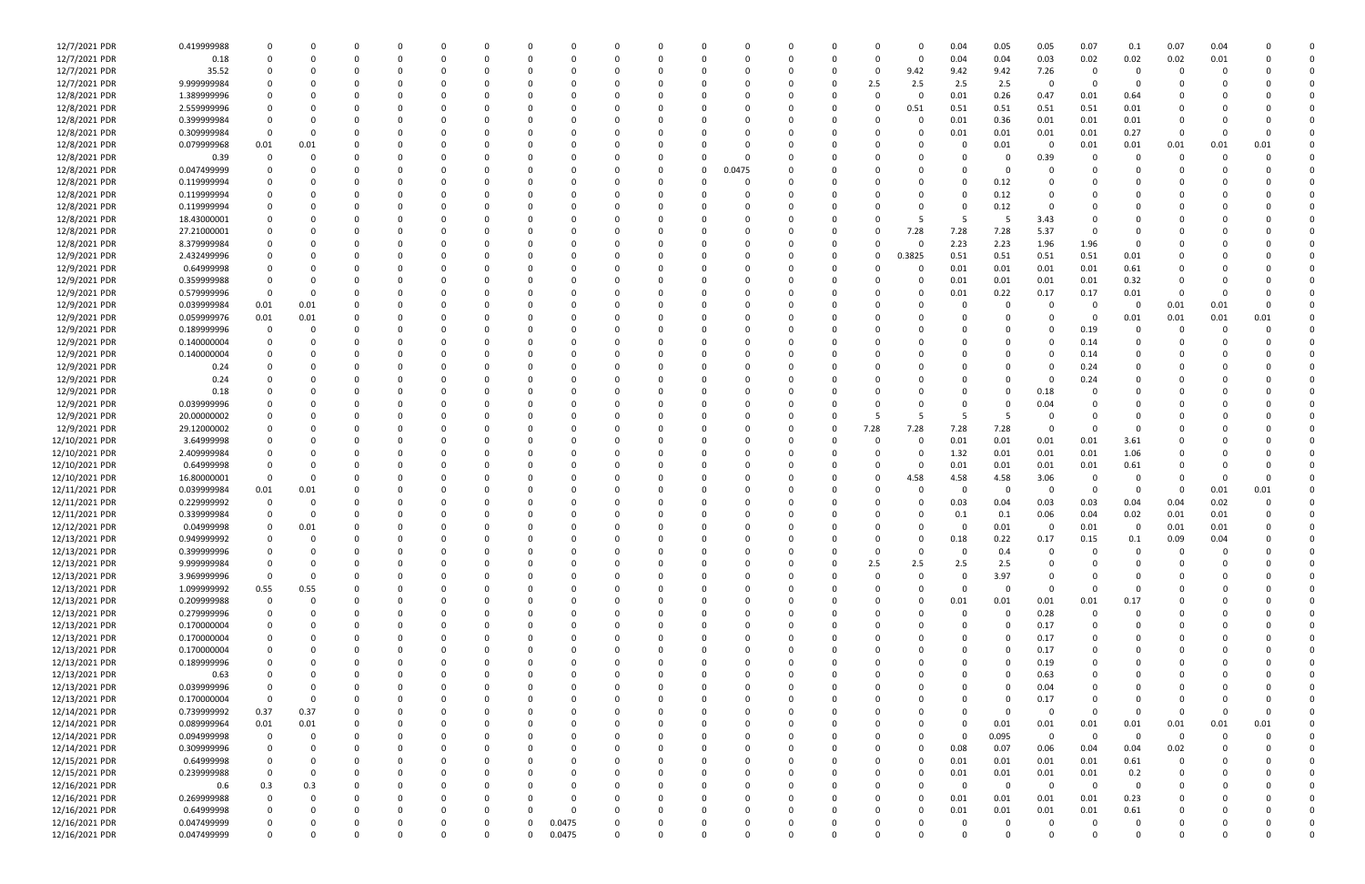| | | | | | | | | | | | | | | | | | | | | | | | | | | | | | | | | |
|---|---|---|---|---|---|---|---|---|---|---|---|---|---|---|---|---|---|---|---|---|---|---|---|---|---|---|---|---|---|---|---|---|
| 12/7/2021 PDR | 0.419999988 | 0 | 0 | 0 | 0 | 0 | 0 | 0 | 0 | 0 | 0 | 0 | 0 | 0 | 0 | 0 | 0 | 0 | 0 | 0 | 0 | 0 | 0.04 | 0.05 | 0.05 | 0.07 | 0.1 | 0.07 | 0.04 | 0 | 0 |
| 12/7/2021 PDR | 0.18 | 0 | 0 | 0 | 0 | 0 | 0 | 0 | 0 | 0 | 0 | 0 | 0 | 0 | 0 | 0 | 0 | 0 | 0 | 0 | 0 | 0 | 0.04 | 0.04 | 0.03 | 0.02 | 0.02 | 0.02 | 0.01 | 0 | 0 |
| 12/7/2021 PDR | 35.52 | 0 | 0 | 0 | 0 | 0 | 0 | 0 | 0 | 0 | 0 | 0 | 0 | 0 | 0 | 0 | 0 | 0 | 0 | 0 | 0 | 9.42 | 9.42 | 9.42 | 7.26 | 0 | 0 | 0 | 0 | 0 | 0 |
| 12/7/2021 PDR | 9.999999984 | 0 | 0 | 0 | 0 | 0 | 0 | 0 | 0 | 0 | 0 | 0 | 0 | 0 | 0 | 0 | 0 | 0 | 0 | 0 | 2.5 | 2.5 | 2.5 | 2.5 | 0 | 0 | 0 | 0 | 0 | 0 | 0 |
| 12/8/2021 PDR | 1.389999996 | 0 | 0 | 0 | 0 | 0 | 0 | 0 | 0 | 0 | 0 | 0 | 0 | 0 | 0 | 0 | 0 | 0 | 0 | 0 | 0 | 0 | 0.01 | 0.26 | 0.47 | 0.01 | 0.64 | 0 | 0 | 0 | 0 |
| 12/8/2021 PDR | 2.559999996 | 0 | 0 | 0 | 0 | 0 | 0 | 0 | 0 | 0 | 0 | 0 | 0 | 0 | 0 | 0 | 0 | 0 | 0 | 0 | 0 | 0.51 | 0.51 | 0.51 | 0.51 | 0.51 | 0.01 | 0 | 0 | 0 | 0 |
| 12/8/2021 PDR | 0.399999984 | 0 | 0 | 0 | 0 | 0 | 0 | 0 | 0 | 0 | 0 | 0 | 0 | 0 | 0 | 0 | 0 | 0 | 0 | 0 | 0 | 0 | 0.01 | 0.36 | 0.01 | 0.01 | 0.01 | 0 | 0 | 0 | 0 |
| 12/8/2021 PDR | 0.309999984 | 0 | 0 | 0 | 0 | 0 | 0 | 0 | 0 | 0 | 0 | 0 | 0 | 0 | 0 | 0 | 0 | 0 | 0 | 0 | 0 | 0 | 0.01 | 0.01 | 0.01 | 0.01 | 0.27 | 0 | 0 | 0 | 0 |
| 12/8/2021 PDR | 0.079999968 | 0.01 | 0.01 | 0 | 0 | 0 | 0 | 0 | 0 | 0 | 0 | 0 | 0 | 0 | 0 | 0 | 0 | 0 | 0 | 0 | 0 | 0 | 0 | 0.01 | 0 | 0.01 | 0.01 | 0.01 | 0.01 | 0.01 | 0 |
| 12/8/2021 PDR | 0.39 | 0 | 0 | 0 | 0 | 0 | 0 | 0 | 0 | 0 | 0 | 0 | 0 | 0 | 0 | 0 | 0 | 0 | 0 | 0 | 0 | 0 | 0 | 0 | 0.39 | 0 | 0 | 0 | 0 | 0 | 0 |
| 12/8/2021 PDR | 0.047499999 | 0 | 0 | 0 | 0 | 0 | 0 | 0 | 0 | 0 | 0 | 0 | 0 | 0 | 0.0475 | 0 | 0 | 0 | 0 | 0 | 0 | 0 | 0 | 0 | 0 | 0 | 0 | 0 | 0 | 0 | 0 |
| 12/8/2021 PDR | 0.119999994 | 0 | 0 | 0 | 0 | 0 | 0 | 0 | 0 | 0 | 0 | 0 | 0 | 0 | 0 | 0 | 0 | 0 | 0 | 0 | 0 | 0 | 0 | 0.12 | 0 | 0 | 0 | 0 | 0 | 0 | 0 |
| 12/8/2021 PDR | 0.119999994 | 0 | 0 | 0 | 0 | 0 | 0 | 0 | 0 | 0 | 0 | 0 | 0 | 0 | 0 | 0 | 0 | 0 | 0 | 0 | 0 | 0 | 0 | 0.12 | 0 | 0 | 0 | 0 | 0 | 0 | 0 |
| 12/8/2021 PDR | 0.119999994 | 0 | 0 | 0 | 0 | 0 | 0 | 0 | 0 | 0 | 0 | 0 | 0 | 0 | 0 | 0 | 0 | 0 | 0 | 0 | 0 | 0 | 0 | 0.12 | 0 | 0 | 0 | 0 | 0 | 0 | 0 |
| 12/8/2021 PDR | 18.43000001 | 0 | 0 | 0 | 0 | 0 | 0 | 0 | 0 | 0 | 0 | 0 | 0 | 0 | 0 | 0 | 0 | 0 | 0 | 0 | 0 | 5 | 5 | 5 | 3.43 | 0 | 0 | 0 | 0 | 0 | 0 |
| 12/8/2021 PDR | 27.21000001 | 0 | 0 | 0 | 0 | 0 | 0 | 0 | 0 | 0 | 0 | 0 | 0 | 0 | 0 | 0 | 0 | 0 | 0 | 0 | 0 | 7.28 | 7.28 | 7.28 | 5.37 | 0 | 0 | 0 | 0 | 0 | 0 |
| 12/8/2021 PDR | 8.379999984 | 0 | 0 | 0 | 0 | 0 | 0 | 0 | 0 | 0 | 0 | 0 | 0 | 0 | 0 | 0 | 0 | 0 | 0 | 0 | 0 | 0 | 2.23 | 2.23 | 1.96 | 1.96 | 0 | 0 | 0 | 0 | 0 |
| 12/9/2021 PDR | 2.432499996 | 0 | 0 | 0 | 0 | 0 | 0 | 0 | 0 | 0 | 0 | 0 | 0 | 0 | 0 | 0 | 0 | 0 | 0 | 0 | 0 | 0.3825 | 0.51 | 0.51 | 0.51 | 0.51 | 0.01 | 0 | 0 | 0 | 0 |
| 12/9/2021 PDR | 0.64999998 | 0 | 0 | 0 | 0 | 0 | 0 | 0 | 0 | 0 | 0 | 0 | 0 | 0 | 0 | 0 | 0 | 0 | 0 | 0 | 0 | 0 | 0.01 | 0.01 | 0.01 | 0.01 | 0.61 | 0 | 0 | 0 | 0 |
| 12/9/2021 PDR | 0.359999988 | 0 | 0 | 0 | 0 | 0 | 0 | 0 | 0 | 0 | 0 | 0 | 0 | 0 | 0 | 0 | 0 | 0 | 0 | 0 | 0 | 0 | 0.01 | 0.01 | 0.01 | 0.01 | 0.32 | 0 | 0 | 0 | 0 |
| 12/9/2021 PDR | 0.579999996 | 0 | 0 | 0 | 0 | 0 | 0 | 0 | 0 | 0 | 0 | 0 | 0 | 0 | 0 | 0 | 0 | 0 | 0 | 0 | 0 | 0 | 0.01 | 0.22 | 0.17 | 0.17 | 0.01 | 0 | 0 | 0 | 0 |
| 12/9/2021 PDR | 0.039999984 | 0.01 | 0.01 | 0 | 0 | 0 | 0 | 0 | 0 | 0 | 0 | 0 | 0 | 0 | 0 | 0 | 0 | 0 | 0 | 0 | 0 | 0 | 0 | 0 | 0 | 0 | 0 | 0.01 | 0.01 | 0 | 0 |
| 12/9/2021 PDR | 0.059999976 | 0.01 | 0.01 | 0 | 0 | 0 | 0 | 0 | 0 | 0 | 0 | 0 | 0 | 0 | 0 | 0 | 0 | 0 | 0 | 0 | 0 | 0 | 0 | 0 | 0 | 0 | 0.01 | 0.01 | 0.01 | 0.01 | 0 |
| 12/9/2021 PDR | 0.189999996 | 0 | 0 | 0 | 0 | 0 | 0 | 0 | 0 | 0 | 0 | 0 | 0 | 0 | 0 | 0 | 0 | 0 | 0 | 0 | 0 | 0 | 0 | 0 | 0 | 0.19 | 0 | 0 | 0 | 0 | 0 |
| 12/9/2021 PDR | 0.140000004 | 0 | 0 | 0 | 0 | 0 | 0 | 0 | 0 | 0 | 0 | 0 | 0 | 0 | 0 | 0 | 0 | 0 | 0 | 0 | 0 | 0 | 0 | 0 | 0 | 0.14 | 0 | 0 | 0 | 0 | 0 |
| 12/9/2021 PDR | 0.140000004 | 0 | 0 | 0 | 0 | 0 | 0 | 0 | 0 | 0 | 0 | 0 | 0 | 0 | 0 | 0 | 0 | 0 | 0 | 0 | 0 | 0 | 0 | 0 | 0 | 0.14 | 0 | 0 | 0 | 0 | 0 |
| 12/9/2021 PDR | 0.24 | 0 | 0 | 0 | 0 | 0 | 0 | 0 | 0 | 0 | 0 | 0 | 0 | 0 | 0 | 0 | 0 | 0 | 0 | 0 | 0 | 0 | 0 | 0 | 0 | 0.24 | 0 | 0 | 0 | 0 | 0 |
| 12/9/2021 PDR | 0.24 | 0 | 0 | 0 | 0 | 0 | 0 | 0 | 0 | 0 | 0 | 0 | 0 | 0 | 0 | 0 | 0 | 0 | 0 | 0 | 0 | 0 | 0 | 0 | 0 | 0.24 | 0 | 0 | 0 | 0 | 0 |
| 12/9/2021 PDR | 0.18 | 0 | 0 | 0 | 0 | 0 | 0 | 0 | 0 | 0 | 0 | 0 | 0 | 0 | 0 | 0 | 0 | 0 | 0 | 0 | 0 | 0 | 0 | 0 | 0.18 | 0 | 0 | 0 | 0 | 0 | 0 |
| 12/9/2021 PDR | 0.039999996 | 0 | 0 | 0 | 0 | 0 | 0 | 0 | 0 | 0 | 0 | 0 | 0 | 0 | 0 | 0 | 0 | 0 | 0 | 0 | 0 | 0 | 0 | 0 | 0.04 | 0 | 0 | 0 | 0 | 0 | 0 |
| 12/9/2021 PDR | 20.00000002 | 0 | 0 | 0 | 0 | 0 | 0 | 0 | 0 | 0 | 0 | 0 | 0 | 0 | 0 | 0 | 0 | 0 | 0 | 0 | 5 | 5 | 5 | 5 | 0 | 0 | 0 | 0 | 0 | 0 | 0 |
| 12/9/2021 PDR | 29.12000002 | 0 | 0 | 0 | 0 | 0 | 0 | 0 | 0 | 0 | 0 | 0 | 0 | 0 | 0 | 0 | 0 | 0 | 0 | 0 | 7.28 | 7.28 | 7.28 | 7.28 | 0 | 0 | 0 | 0 | 0 | 0 | 0 |
| 12/10/2021 PDR | 3.64999998 | 0 | 0 | 0 | 0 | 0 | 0 | 0 | 0 | 0 | 0 | 0 | 0 | 0 | 0 | 0 | 0 | 0 | 0 | 0 | 0 | 0 | 0.01 | 0.01 | 0.01 | 0.01 | 3.61 | 0 | 0 | 0 | 0 |
| 12/10/2021 PDR | 2.409999984 | 0 | 0 | 0 | 0 | 0 | 0 | 0 | 0 | 0 | 0 | 0 | 0 | 0 | 0 | 0 | 0 | 0 | 0 | 0 | 0 | 0 | 1.32 | 0.01 | 0.01 | 0.01 | 1.06 | 0 | 0 | 0 | 0 |
| 12/10/2021 PDR | 0.64999998 | 0 | 0 | 0 | 0 | 0 | 0 | 0 | 0 | 0 | 0 | 0 | 0 | 0 | 0 | 0 | 0 | 0 | 0 | 0 | 0 | 0 | 0.01 | 0.01 | 0.01 | 0.01 | 0.61 | 0 | 0 | 0 | 0 |
| 12/10/2021 PDR | 16.80000001 | 0 | 0 | 0 | 0 | 0 | 0 | 0 | 0 | 0 | 0 | 0 | 0 | 0 | 0 | 0 | 0 | 0 | 0 | 0 | 0 | 4.58 | 4.58 | 4.58 | 3.06 | 0 | 0 | 0 | 0 | 0 | 0 |
| 12/11/2021 PDR | 0.039999984 | 0.01 | 0.01 | 0 | 0 | 0 | 0 | 0 | 0 | 0 | 0 | 0 | 0 | 0 | 0 | 0 | 0 | 0 | 0 | 0 | 0 | 0 | 0 | 0 | 0 | 0 | 0 | 0 | 0 | 0.01 | 0.01 |
| 12/11/2021 PDR | 0.229999992 | 0 | 0 | 0 | 0 | 0 | 0 | 0 | 0 | 0 | 0 | 0 | 0 | 0 | 0 | 0 | 0 | 0 | 0 | 0 | 0 | 0 | 0.03 | 0.04 | 0.03 | 0.03 | 0.04 | 0.04 | 0.02 | 0 | 0 |
| 12/11/2021 PDR | 0.339999984 | 0 | 0 | 0 | 0 | 0 | 0 | 0 | 0 | 0 | 0 | 0 | 0 | 0 | 0 | 0 | 0 | 0 | 0 | 0 | 0 | 0 | 0.1 | 0.1 | 0.06 | 0.04 | 0.02 | 0.01 | 0.01 | 0 | 0 |
| 12/12/2021 PDR | 0.04999998 | 0 | 0.01 | 0 | 0 | 0 | 0 | 0 | 0 | 0 | 0 | 0 | 0 | 0 | 0 | 0 | 0 | 0 | 0 | 0 | 0 | 0 | 0 | 0.01 | 0 | 0.01 | 0 | 0.01 | 0.01 | 0 | 0 |
| 12/13/2021 PDR | 0.949999992 | 0 | 0 | 0 | 0 | 0 | 0 | 0 | 0 | 0 | 0 | 0 | 0 | 0 | 0 | 0 | 0 | 0 | 0 | 0 | 0 | 0 | 0.18 | 0.22 | 0.17 | 0.15 | 0.1 | 0.09 | 0.04 | 0 | 0 |
| 12/13/2021 PDR | 0.399999996 | 0 | 0 | 0 | 0 | 0 | 0 | 0 | 0 | 0 | 0 | 0 | 0 | 0 | 0 | 0 | 0 | 0 | 0 | 0 | 0 | 0 | 0 | 0.4 | 0 | 0 | 0 | 0 | 0 | 0 | 0 |
| 12/13/2021 PDR | 9.999999984 | 0 | 0 | 0 | 0 | 0 | 0 | 0 | 0 | 0 | 0 | 0 | 0 | 0 | 0 | 0 | 0 | 0 | 0 | 0 | 2.5 | 2.5 | 2.5 | 2.5 | 0 | 0 | 0 | 0 | 0 | 0 | 0 |
| 12/13/2021 PDR | 3.969999996 | 0 | 0 | 0 | 0 | 0 | 0 | 0 | 0 | 0 | 0 | 0 | 0 | 0 | 0 | 0 | 0 | 0 | 0 | 0 | 0 | 0 | 0 | 3.97 | 0 | 0 | 0 | 0 | 0 | 0 | 0 |
| 12/13/2021 PDR | 1.099999992 | 0.55 | 0.55 | 0 | 0 | 0 | 0 | 0 | 0 | 0 | 0 | 0 | 0 | 0 | 0 | 0 | 0 | 0 | 0 | 0 | 0 | 0 | 0 | 0 | 0 | 0 | 0 | 0 | 0 | 0 | 0 |
| 12/13/2021 PDR | 0.209999988 | 0 | 0 | 0 | 0 | 0 | 0 | 0 | 0 | 0 | 0 | 0 | 0 | 0 | 0 | 0 | 0 | 0 | 0 | 0 | 0 | 0 | 0.01 | 0.01 | 0.01 | 0.01 | 0.17 | 0 | 0 | 0 | 0 |
| 12/13/2021 PDR | 0.279999996 | 0 | 0 | 0 | 0 | 0 | 0 | 0 | 0 | 0 | 0 | 0 | 0 | 0 | 0 | 0 | 0 | 0 | 0 | 0 | 0 | 0 | 0 | 0 | 0.28 | 0 | 0 | 0 | 0 | 0 | 0 |
| 12/13/2021 PDR | 0.170000004 | 0 | 0 | 0 | 0 | 0 | 0 | 0 | 0 | 0 | 0 | 0 | 0 | 0 | 0 | 0 | 0 | 0 | 0 | 0 | 0 | 0 | 0 | 0 | 0.17 | 0 | 0 | 0 | 0 | 0 | 0 |
| 12/13/2021 PDR | 0.170000004 | 0 | 0 | 0 | 0 | 0 | 0 | 0 | 0 | 0 | 0 | 0 | 0 | 0 | 0 | 0 | 0 | 0 | 0 | 0 | 0 | 0 | 0 | 0 | 0.17 | 0 | 0 | 0 | 0 | 0 | 0 |
| 12/13/2021 PDR | 0.170000004 | 0 | 0 | 0 | 0 | 0 | 0 | 0 | 0 | 0 | 0 | 0 | 0 | 0 | 0 | 0 | 0 | 0 | 0 | 0 | 0 | 0 | 0 | 0 | 0.17 | 0 | 0 | 0 | 0 | 0 | 0 |
| 12/13/2021 PDR | 0.189999996 | 0 | 0 | 0 | 0 | 0 | 0 | 0 | 0 | 0 | 0 | 0 | 0 | 0 | 0 | 0 | 0 | 0 | 0 | 0 | 0 | 0 | 0 | 0 | 0.19 | 0 | 0 | 0 | 0 | 0 | 0 |
| 12/13/2021 PDR | 0.63 | 0 | 0 | 0 | 0 | 0 | 0 | 0 | 0 | 0 | 0 | 0 | 0 | 0 | 0 | 0 | 0 | 0 | 0 | 0 | 0 | 0 | 0 | 0 | 0.63 | 0 | 0 | 0 | 0 | 0 | 0 |
| 12/13/2021 PDR | 0.039999996 | 0 | 0 | 0 | 0 | 0 | 0 | 0 | 0 | 0 | 0 | 0 | 0 | 0 | 0 | 0 | 0 | 0 | 0 | 0 | 0 | 0 | 0 | 0 | 0.04 | 0 | 0 | 0 | 0 | 0 | 0 |
| 12/13/2021 PDR | 0.170000004 | 0 | 0 | 0 | 0 | 0 | 0 | 0 | 0 | 0 | 0 | 0 | 0 | 0 | 0 | 0 | 0 | 0 | 0 | 0 | 0 | 0 | 0 | 0 | 0.17 | 0 | 0 | 0 | 0 | 0 | 0 |
| 12/14/2021 PDR | 0.739999992 | 0.37 | 0.37 | 0 | 0 | 0 | 0 | 0 | 0 | 0 | 0 | 0 | 0 | 0 | 0 | 0 | 0 | 0 | 0 | 0 | 0 | 0 | 0 | 0 | 0 | 0 | 0 | 0 | 0 | 0 | 0 |
| 12/14/2021 PDR | 0.089999964 | 0.01 | 0.01 | 0 | 0 | 0 | 0 | 0 | 0 | 0 | 0 | 0 | 0 | 0 | 0 | 0 | 0 | 0 | 0 | 0 | 0 | 0 | 0 | 0.01 | 0.01 | 0.01 | 0.01 | 0.01 | 0.01 | 0.01 | 0 |
| 12/14/2021 PDR | 0.094999998 | 0 | 0 | 0 | 0 | 0 | 0 | 0 | 0 | 0 | 0 | 0 | 0 | 0 | 0 | 0 | 0 | 0 | 0 | 0 | 0 | 0 | 0 | 0.095 | 0 | 0 | 0 | 0 | 0 | 0 | 0 |
| 12/14/2021 PDR | 0.309999996 | 0 | 0 | 0 | 0 | 0 | 0 | 0 | 0 | 0 | 0 | 0 | 0 | 0 | 0 | 0 | 0 | 0 | 0 | 0 | 0 | 0 | 0.08 | 0.07 | 0.06 | 0.04 | 0.04 | 0.02 | 0 | 0 | 0 |
| 12/15/2021 PDR | 0.64999998 | 0 | 0 | 0 | 0 | 0 | 0 | 0 | 0 | 0 | 0 | 0 | 0 | 0 | 0 | 0 | 0 | 0 | 0 | 0 | 0 | 0 | 0.01 | 0.01 | 0.01 | 0.01 | 0.61 | 0 | 0 | 0 | 0 |
| 12/15/2021 PDR | 0.239999988 | 0 | 0 | 0 | 0 | 0 | 0 | 0 | 0 | 0 | 0 | 0 | 0 | 0 | 0 | 0 | 0 | 0 | 0 | 0 | 0 | 0 | 0.01 | 0.01 | 0.01 | 0.01 | 0.2 | 0 | 0 | 0 | 0 |
| 12/16/2021 PDR | 0.6 | 0.3 | 0.3 | 0 | 0 | 0 | 0 | 0 | 0 | 0 | 0 | 0 | 0 | 0 | 0 | 0 | 0 | 0 | 0 | 0 | 0 | 0 | 0 | 0 | 0 | 0 | 0 | 0 | 0 | 0 | 0 |
| 12/16/2021 PDR | 0.269999988 | 0 | 0 | 0 | 0 | 0 | 0 | 0 | 0 | 0 | 0 | 0 | 0 | 0 | 0 | 0 | 0 | 0 | 0 | 0 | 0 | 0 | 0.01 | 0.01 | 0.01 | 0.01 | 0.23 | 0 | 0 | 0 | 0 |
| 12/16/2021 PDR | 0.64999998 | 0 | 0 | 0 | 0 | 0 | 0 | 0 | 0 | 0 | 0 | 0 | 0 | 0 | 0 | 0 | 0 | 0 | 0 | 0 | 0 | 0 | 0.01 | 0.01 | 0.01 | 0.01 | 0.61 | 0 | 0 | 0 | 0 |
| 12/16/2021 PDR | 0.047499999 | 0 | 0 | 0 | 0 | 0 | 0 | 0 | 0 | 0.0475 | 0 | 0 | 0 | 0 | 0 | 0 | 0 | 0 | 0 | 0 | 0 | 0 | 0 | 0 | 0 | 0 | 0 | 0 | 0 | 0 | 0 |
| 12/16/2021 PDR | 0.047499999 | 0 | 0 | 0 | 0 | 0 | 0 | 0 | 0 | 0.0475 | 0 | 0 | 0 | 0 | 0 | 0 | 0 | 0 | 0 | 0 | 0 | 0 | 0 | 0 | 0 | 0 | 0 | 0 | 0 | 0 | 0 |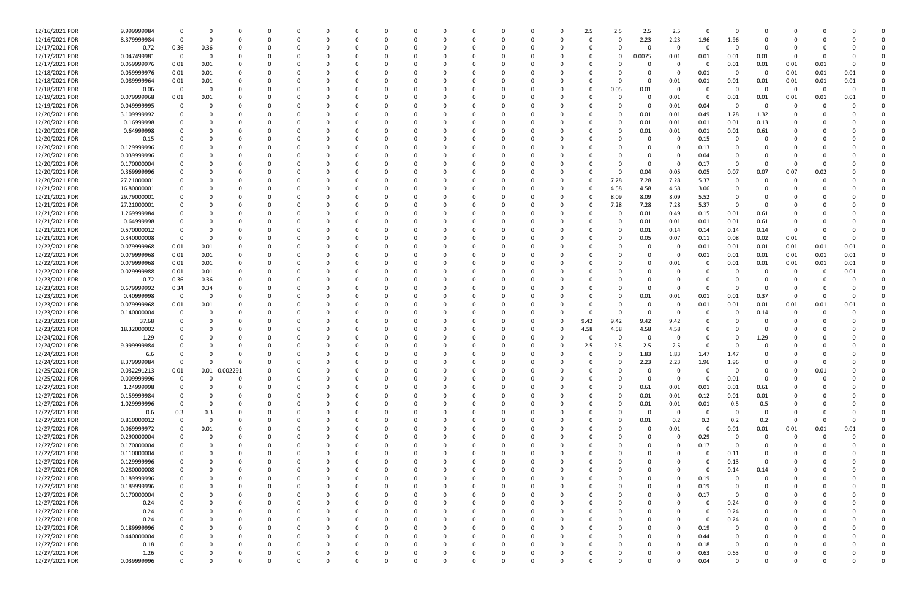| | | | | | | | | | | | | | | | | | | | | | | | | | | |
|---|---|---|---|---|---|---|---|---|---|---|---|---|---|---|---|---|---|---|---|---|---|---|---|---|---|---|
| 12/16/2021 PDR | 9.999999984 | 0 | 0 | 0 | 0 | 0 | 0 | 0 | 0 | 0 | 0 | 0 | 0 | 0 | 0 | 2.5 | 2.5 | 2.5 | 2.5 | 0 | 0 | 0 | 0 | 0 | 0 | 0 |
| 12/16/2021 PDR | 8.379999984 | 0 | 0 | 0 | 0 | 0 | 0 | 0 | 0 | 0 | 0 | 0 | 0 | 0 | 0 | 0 | 0 | 2.23 | 2.23 | 1.96 | 1.96 | 0 | 0 | 0 | 0 | 0 |
| 12/17/2021 PDR | 0.72 | 0.36 | 0.36 | 0 | 0 | 0 | 0 | 0 | 0 | 0 | 0 | 0 | 0 | 0 | 0 | 0 | 0 | 0 | 0 | 0 | 0 | 0 | 0 | 0 | 0 | 0 |
| 12/17/2021 PDR | 0.047499981 | 0 | 0 | 0 | 0 | 0 | 0 | 0 | 0 | 0 | 0 | 0 | 0 | 0 | 0 | 0 | 0 | 0.0075 | 0.01 | 0.01 | 0.01 | 0.01 | 0 | 0 | 0 | 0 |
| 12/17/2021 PDR | 0.059999976 | 0.01 | 0.01 | 0 | 0 | 0 | 0 | 0 | 0 | 0 | 0 | 0 | 0 | 0 | 0 | 0 | 0 | 0 | 0 | 0 | 0.01 | 0.01 | 0.01 | 0.01 | 0 | 0 |
| 12/18/2021 PDR | 0.059999976 | 0.01 | 0.01 | 0 | 0 | 0 | 0 | 0 | 0 | 0 | 0 | 0 | 0 | 0 | 0 | 0 | 0 | 0 | 0 | 0.01 | 0 | 0 | 0.01 | 0.01 | 0.01 | 0 |
| 12/18/2021 PDR | 0.089999964 | 0.01 | 0.01 | 0 | 0 | 0 | 0 | 0 | 0 | 0 | 0 | 0 | 0 | 0 | 0 | 0 | 0 | 0 | 0.01 | 0.01 | 0.01 | 0.01 | 0.01 | 0.01 | 0.01 | 0 |
| 12/18/2021 PDR | 0.06 | 0 | 0 | 0 | 0 | 0 | 0 | 0 | 0 | 0 | 0 | 0 | 0 | 0 | 0 | 0 | 0.05 | 0.01 | 0 | 0 | 0 | 0 | 0 | 0 | 0 | 0 |
| 12/19/2021 PDR | 0.079999968 | 0.01 | 0.01 | 0 | 0 | 0 | 0 | 0 | 0 | 0 | 0 | 0 | 0 | 0 | 0 | 0 | 0 | 0 | 0.01 | 0 | 0.01 | 0.01 | 0.01 | 0.01 | 0.01 | 0 |
| 12/19/2021 PDR | 0.049999995 | 0 | 0 | 0 | 0 | 0 | 0 | 0 | 0 | 0 | 0 | 0 | 0 | 0 | 0 | 0 | 0 | 0 | 0.01 | 0.04 | 0 | 0 | 0 | 0 | 0 | 0 |
| 12/20/2021 PDR | 3.109999992 | 0 | 0 | 0 | 0 | 0 | 0 | 0 | 0 | 0 | 0 | 0 | 0 | 0 | 0 | 0 | 0 | 0.01 | 0.01 | 0.49 | 1.28 | 1.32 | 0 | 0 | 0 | 0 |
| 12/20/2021 PDR | 0.16999998 | 0 | 0 | 0 | 0 | 0 | 0 | 0 | 0 | 0 | 0 | 0 | 0 | 0 | 0 | 0 | 0 | 0.01 | 0.01 | 0.01 | 0.01 | 0.13 | 0 | 0 | 0 | 0 |
| 12/20/2021 PDR | 0.64999998 | 0 | 0 | 0 | 0 | 0 | 0 | 0 | 0 | 0 | 0 | 0 | 0 | 0 | 0 | 0 | 0 | 0.01 | 0.01 | 0.01 | 0.01 | 0.61 | 0 | 0 | 0 | 0 |
| 12/20/2021 PDR | 0.15 | 0 | 0 | 0 | 0 | 0 | 0 | 0 | 0 | 0 | 0 | 0 | 0 | 0 | 0 | 0 | 0 | 0 | 0 | 0.15 | 0 | 0 | 0 | 0 | 0 | 0 |
| 12/20/2021 PDR | 0.129999996 | 0 | 0 | 0 | 0 | 0 | 0 | 0 | 0 | 0 | 0 | 0 | 0 | 0 | 0 | 0 | 0 | 0 | 0 | 0.13 | 0 | 0 | 0 | 0 | 0 | 0 |
| 12/20/2021 PDR | 0.039999996 | 0 | 0 | 0 | 0 | 0 | 0 | 0 | 0 | 0 | 0 | 0 | 0 | 0 | 0 | 0 | 0 | 0 | 0 | 0.04 | 0 | 0 | 0 | 0 | 0 | 0 |
| 12/20/2021 PDR | 0.170000004 | 0 | 0 | 0 | 0 | 0 | 0 | 0 | 0 | 0 | 0 | 0 | 0 | 0 | 0 | 0 | 0 | 0 | 0 | 0.17 | 0 | 0 | 0 | 0 | 0 | 0 |
| 12/20/2021 PDR | 0.369999996 | 0 | 0 | 0 | 0 | 0 | 0 | 0 | 0 | 0 | 0 | 0 | 0 | 0 | 0 | 0 | 0 | 0.04 | 0.05 | 0.05 | 0.07 | 0.07 | 0.07 | 0.02 | 0 | 0 |
| 12/20/2021 PDR | 27.21000001 | 0 | 0 | 0 | 0 | 0 | 0 | 0 | 0 | 0 | 0 | 0 | 0 | 0 | 0 | 0 | 7.28 | 7.28 | 7.28 | 5.37 | 0 | 0 | 0 | 0 | 0 | 0 |
| 12/21/2021 PDR | 16.80000001 | 0 | 0 | 0 | 0 | 0 | 0 | 0 | 0 | 0 | 0 | 0 | 0 | 0 | 0 | 0 | 4.58 | 4.58 | 4.58 | 3.06 | 0 | 0 | 0 | 0 | 0 | 0 |
| 12/21/2021 PDR | 29.79000001 | 0 | 0 | 0 | 0 | 0 | 0 | 0 | 0 | 0 | 0 | 0 | 0 | 0 | 0 | 0 | 8.09 | 8.09 | 8.09 | 5.52 | 0 | 0 | 0 | 0 | 0 | 0 |
| 12/21/2021 PDR | 27.21000001 | 0 | 0 | 0 | 0 | 0 | 0 | 0 | 0 | 0 | 0 | 0 | 0 | 0 | 0 | 0 | 7.28 | 7.28 | 7.28 | 5.37 | 0 | 0 | 0 | 0 | 0 | 0 |
| 12/21/2021 PDR | 1.269999984 | 0 | 0 | 0 | 0 | 0 | 0 | 0 | 0 | 0 | 0 | 0 | 0 | 0 | 0 | 0 | 0 | 0.01 | 0.49 | 0.15 | 0.01 | 0.61 | 0 | 0 | 0 | 0 |
| 12/21/2021 PDR | 0.64999998 | 0 | 0 | 0 | 0 | 0 | 0 | 0 | 0 | 0 | 0 | 0 | 0 | 0 | 0 | 0 | 0 | 0.01 | 0.01 | 0.01 | 0.01 | 0.61 | 0 | 0 | 0 | 0 |
| 12/21/2021 PDR | 0.570000012 | 0 | 0 | 0 | 0 | 0 | 0 | 0 | 0 | 0 | 0 | 0 | 0 | 0 | 0 | 0 | 0 | 0.01 | 0.14 | 0.14 | 0.14 | 0.14 | 0 | 0 | 0 | 0 |
| 12/21/2021 PDR | 0.340000008 | 0 | 0 | 0 | 0 | 0 | 0 | 0 | 0 | 0 | 0 | 0 | 0 | 0 | 0 | 0 | 0 | 0.05 | 0.07 | 0.11 | 0.08 | 0.02 | 0.01 | 0 | 0 | 0 |
| 12/22/2021 PDR | 0.079999968 | 0.01 | 0.01 | 0 | 0 | 0 | 0 | 0 | 0 | 0 | 0 | 0 | 0 | 0 | 0 | 0 | 0 | 0 | 0 | 0.01 | 0.01 | 0.01 | 0.01 | 0.01 | 0.01 | 0 |
| 12/22/2021 PDR | 0.079999968 | 0.01 | 0.01 | 0 | 0 | 0 | 0 | 0 | 0 | 0 | 0 | 0 | 0 | 0 | 0 | 0 | 0 | 0 | 0 | 0.01 | 0.01 | 0.01 | 0.01 | 0.01 | 0.01 | 0 |
| 12/22/2021 PDR | 0.079999968 | 0.01 | 0.01 | 0 | 0 | 0 | 0 | 0 | 0 | 0 | 0 | 0 | 0 | 0 | 0 | 0 | 0 | 0 | 0.01 | 0 | 0.01 | 0.01 | 0.01 | 0.01 | 0.01 | 0 |
| 12/22/2021 PDR | 0.029999988 | 0.01 | 0.01 | 0 | 0 | 0 | 0 | 0 | 0 | 0 | 0 | 0 | 0 | 0 | 0 | 0 | 0 | 0 | 0 | 0 | 0 | 0 | 0 | 0 | 0.01 | 0 |
| 12/23/2021 PDR | 0.72 | 0.36 | 0.36 | 0 | 0 | 0 | 0 | 0 | 0 | 0 | 0 | 0 | 0 | 0 | 0 | 0 | 0 | 0 | 0 | 0 | 0 | 0 | 0 | 0 | 0 | 0 |
| 12/23/2021 PDR | 0.679999992 | 0.34 | 0.34 | 0 | 0 | 0 | 0 | 0 | 0 | 0 | 0 | 0 | 0 | 0 | 0 | 0 | 0 | 0 | 0 | 0 | 0 | 0 | 0 | 0 | 0 | 0 |
| 12/23/2021 PDR | 0.40999998 | 0 | 0 | 0 | 0 | 0 | 0 | 0 | 0 | 0 | 0 | 0 | 0 | 0 | 0 | 0 | 0 | 0.01 | 0.01 | 0.01 | 0.01 | 0.37 | 0 | 0 | 0 | 0 |
| 12/23/2021 PDR | 0.079999968 | 0.01 | 0.01 | 0 | 0 | 0 | 0 | 0 | 0 | 0 | 0 | 0 | 0 | 0 | 0 | 0 | 0 | 0 | 0 | 0.01 | 0.01 | 0.01 | 0.01 | 0.01 | 0.01 | 0 |
| 12/23/2021 PDR | 0.140000004 | 0 | 0 | 0 | 0 | 0 | 0 | 0 | 0 | 0 | 0 | 0 | 0 | 0 | 0 | 0 | 0 | 0 | 0 | 0 | 0 | 0.14 | 0 | 0 | 0 | 0 |
| 12/23/2021 PDR | 37.68 | 0 | 0 | 0 | 0 | 0 | 0 | 0 | 0 | 0 | 0 | 0 | 0 | 0 | 0 | 9.42 | 9.42 | 9.42 | 9.42 | 0 | 0 | 0 | 0 | 0 | 0 | 0 |
| 12/23/2021 PDR | 18.32000002 | 0 | 0 | 0 | 0 | 0 | 0 | 0 | 0 | 0 | 0 | 0 | 0 | 0 | 0 | 4.58 | 4.58 | 4.58 | 4.58 | 0 | 0 | 0 | 0 | 0 | 0 | 0 |
| 12/24/2021 PDR | 1.29 | 0 | 0 | 0 | 0 | 0 | 0 | 0 | 0 | 0 | 0 | 0 | 0 | 0 | 0 | 0 | 0 | 0 | 0 | 0 | 0 | 1.29 | 0 | 0 | 0 | 0 |
| 12/24/2021 PDR | 9.999999984 | 0 | 0 | 0 | 0 | 0 | 0 | 0 | 0 | 0 | 0 | 0 | 0 | 0 | 0 | 2.5 | 2.5 | 2.5 | 2.5 | 0 | 0 | 0 | 0 | 0 | 0 | 0 |
| 12/24/2021 PDR | 6.6 | 0 | 0 | 0 | 0 | 0 | 0 | 0 | 0 | 0 | 0 | 0 | 0 | 0 | 0 | 0 | 0 | 1.83 | 1.83 | 1.47 | 1.47 | 0 | 0 | 0 | 0 | 0 |
| 12/24/2021 PDR | 8.379999984 | 0 | 0 | 0 | 0 | 0 | 0 | 0 | 0 | 0 | 0 | 0 | 0 | 0 | 0 | 0 | 0 | 2.23 | 2.23 | 1.96 | 1.96 | 0 | 0 | 0 | 0 | 0 |
| 12/25/2021 PDR | 0.032291213 | 0.01 | 0.01 | 0.002291 | 0 | 0 | 0 | 0 | 0 | 0 | 0 | 0 | 0 | 0 | 0 | 0 | 0 | 0 | 0 | 0 | 0 | 0 | 0 | 0 | 0.01 | 0 |
| 12/25/2021 PDR | 0.009999996 | 0 | 0 | 0 | 0 | 0 | 0 | 0 | 0 | 0 | 0 | 0 | 0 | 0 | 0 | 0 | 0 | 0 | 0 | 0 | 0.01 | 0 | 0 | 0 | 0 | 0 |
| 12/27/2021 PDR | 1.24999998 | 0 | 0 | 0 | 0 | 0 | 0 | 0 | 0 | 0 | 0 | 0 | 0 | 0 | 0 | 0 | 0 | 0.61 | 0.01 | 0.01 | 0.01 | 0.61 | 0 | 0 | 0 | 0 |
| 12/27/2021 PDR | 0.159999984 | 0 | 0 | 0 | 0 | 0 | 0 | 0 | 0 | 0 | 0 | 0 | 0 | 0 | 0 | 0 | 0 | 0.01 | 0.01 | 0.12 | 0.01 | 0.01 | 0 | 0 | 0 | 0 |
| 12/27/2021 PDR | 1.029999996 | 0 | 0 | 0 | 0 | 0 | 0 | 0 | 0 | 0 | 0 | 0 | 0 | 0 | 0 | 0 | 0 | 0.01 | 0.01 | 0.01 | 0.5 | 0.5 | 0 | 0 | 0 | 0 |
| 12/27/2021 PDR | 0.6 | 0.3 | 0.3 | 0 | 0 | 0 | 0 | 0 | 0 | 0 | 0 | 0 | 0 | 0 | 0 | 0 | 0 | 0 | 0 | 0 | 0 | 0 | 0 | 0 | 0 | 0 |
| 12/27/2021 PDR | 0.810000012 | 0 | 0 | 0 | 0 | 0 | 0 | 0 | 0 | 0 | 0 | 0 | 0 | 0 | 0 | 0 | 0 | 0.01 | 0.2 | 0.2 | 0.2 | 0.2 | 0 | 0 | 0 | 0 |
| 12/27/2021 PDR | 0.069999972 | 0 | 0.01 | 0 | 0 | 0 | 0 | 0 | 0 | 0 | 0 | 0 | 0 | 0 | 0 | 0 | 0 | 0 | 0.01 | 0 | 0.01 | 0.01 | 0.01 | 0.01 | 0.01 | 0 |
| 12/27/2021 PDR | 0.290000004 | 0 | 0 | 0 | 0 | 0 | 0 | 0 | 0 | 0 | 0 | 0 | 0 | 0 | 0 | 0 | 0 | 0 | 0 | 0.29 | 0 | 0 | 0 | 0 | 0 | 0 |
| 12/27/2021 PDR | 0.170000004 | 0 | 0 | 0 | 0 | 0 | 0 | 0 | 0 | 0 | 0 | 0 | 0 | 0 | 0 | 0 | 0 | 0 | 0 | 0.17 | 0 | 0 | 0 | 0 | 0 | 0 |
| 12/27/2021 PDR | 0.110000004 | 0 | 0 | 0 | 0 | 0 | 0 | 0 | 0 | 0 | 0 | 0 | 0 | 0 | 0 | 0 | 0 | 0 | 0 | 0 | 0.11 | 0 | 0 | 0 | 0 | 0 |
| 12/27/2021 PDR | 0.129999996 | 0 | 0 | 0 | 0 | 0 | 0 | 0 | 0 | 0 | 0 | 0 | 0 | 0 | 0 | 0 | 0 | 0 | 0 | 0 | 0.13 | 0 | 0 | 0 | 0 | 0 |
| 12/27/2021 PDR | 0.280000008 | 0 | 0 | 0 | 0 | 0 | 0 | 0 | 0 | 0 | 0 | 0 | 0 | 0 | 0 | 0 | 0 | 0 | 0 | 0 | 0.14 | 0.14 | 0 | 0 | 0 | 0 |
| 12/27/2021 PDR | 0.189999996 | 0 | 0 | 0 | 0 | 0 | 0 | 0 | 0 | 0 | 0 | 0 | 0 | 0 | 0 | 0 | 0 | 0 | 0 | 0.19 | 0 | 0 | 0 | 0 | 0 | 0 |
| 12/27/2021 PDR | 0.189999996 | 0 | 0 | 0 | 0 | 0 | 0 | 0 | 0 | 0 | 0 | 0 | 0 | 0 | 0 | 0 | 0 | 0 | 0 | 0.19 | 0 | 0 | 0 | 0 | 0 | 0 |
| 12/27/2021 PDR | 0.170000004 | 0 | 0 | 0 | 0 | 0 | 0 | 0 | 0 | 0 | 0 | 0 | 0 | 0 | 0 | 0 | 0 | 0 | 0 | 0.17 | 0 | 0 | 0 | 0 | 0 | 0 |
| 12/27/2021 PDR | 0.24 | 0 | 0 | 0 | 0 | 0 | 0 | 0 | 0 | 0 | 0 | 0 | 0 | 0 | 0 | 0 | 0 | 0 | 0 | 0 | 0.24 | 0 | 0 | 0 | 0 | 0 |
| 12/27/2021 PDR | 0.24 | 0 | 0 | 0 | 0 | 0 | 0 | 0 | 0 | 0 | 0 | 0 | 0 | 0 | 0 | 0 | 0 | 0 | 0 | 0 | 0.24 | 0 | 0 | 0 | 0 | 0 |
| 12/27/2021 PDR | 0.24 | 0 | 0 | 0 | 0 | 0 | 0 | 0 | 0 | 0 | 0 | 0 | 0 | 0 | 0 | 0 | 0 | 0 | 0 | 0 | 0.24 | 0 | 0 | 0 | 0 | 0 |
| 12/27/2021 PDR | 0.189999996 | 0 | 0 | 0 | 0 | 0 | 0 | 0 | 0 | 0 | 0 | 0 | 0 | 0 | 0 | 0 | 0 | 0 | 0 | 0.19 | 0 | 0 | 0 | 0 | 0 | 0 |
| 12/27/2021 PDR | 0.440000004 | 0 | 0 | 0 | 0 | 0 | 0 | 0 | 0 | 0 | 0 | 0 | 0 | 0 | 0 | 0 | 0 | 0 | 0 | 0.44 | 0 | 0 | 0 | 0 | 0 | 0 |
| 12/27/2021 PDR | 0.18 | 0 | 0 | 0 | 0 | 0 | 0 | 0 | 0 | 0 | 0 | 0 | 0 | 0 | 0 | 0 | 0 | 0 | 0 | 0.18 | 0 | 0 | 0 | 0 | 0 | 0 |
| 12/27/2021 PDR | 1.26 | 0 | 0 | 0 | 0 | 0 | 0 | 0 | 0 | 0 | 0 | 0 | 0 | 0 | 0 | 0 | 0 | 0 | 0 | 0.63 | 0.63 | 0 | 0 | 0 | 0 | 0 |
| 12/27/2021 PDR | 0.039999996 | 0 | 0 | 0 | 0 | 0 | 0 | 0 | 0 | 0 | 0 | 0 | 0 | 0 | 0 | 0 | 0 | 0 | 0 | 0.04 | 0 | 0 | 0 | 0 | 0 | 0 |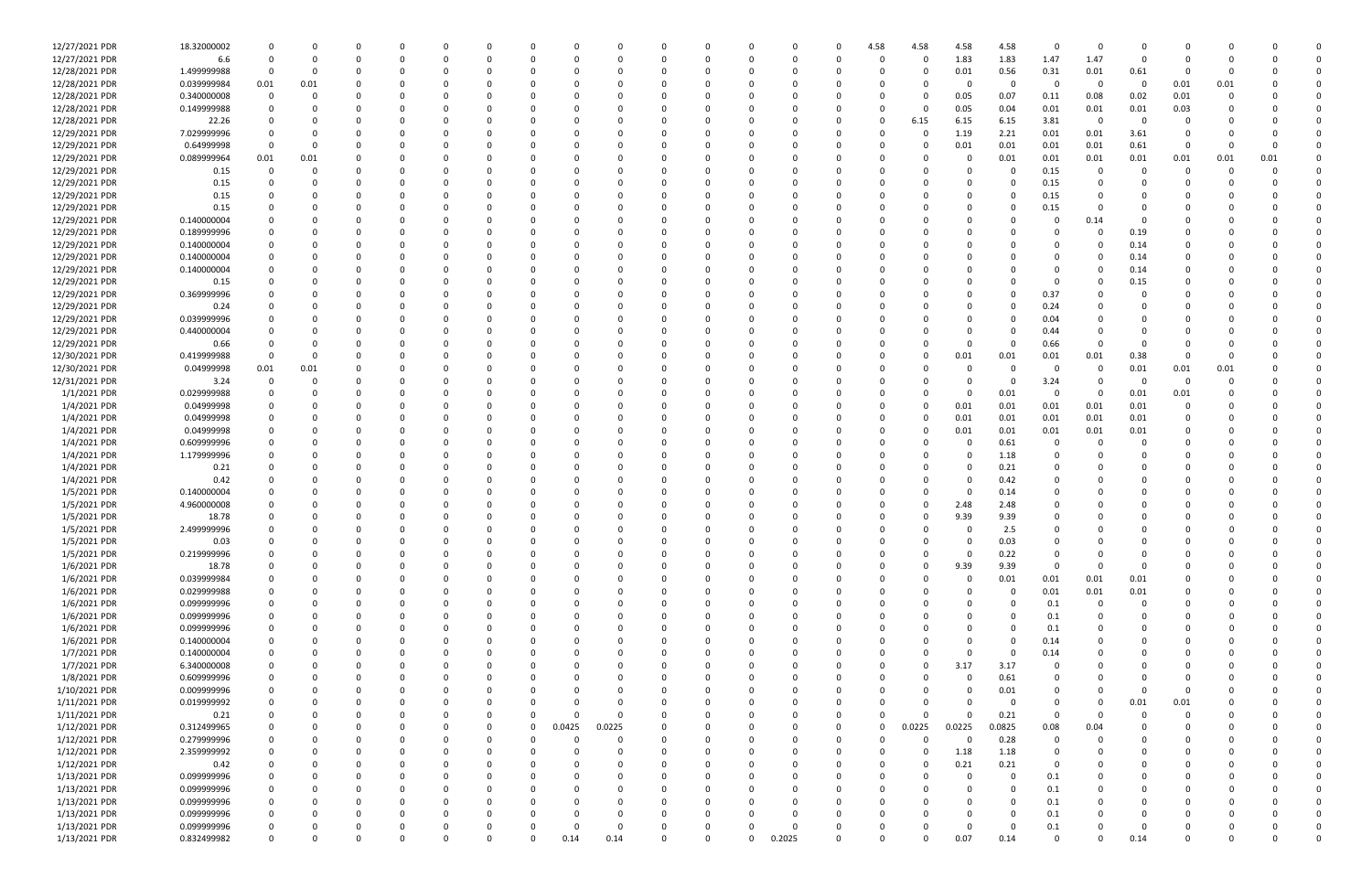| | | | | | | | | | | | | | | | | | | | | | | | | | | |
|---|---|---|---|---|---|---|---|---|---|---|---|---|---|---|---|---|---|---|---|---|---|---|---|---|---|---|
| 12/27/2021 PDR | 18.32000002 | 0 | 0 | 0 | 0 | 0 | 0 | 0 | 0 | 0 | 0 | 0 | 0 | 0 | 0 | 4.58 | 4.58 | 4.58 | 4.58 | 0 | 0 | 0 | 0 | 0 | 0 | 0 |
| 12/27/2021 PDR | 6.6 | 0 | 0 | 0 | 0 | 0 | 0 | 0 | 0 | 0 | 0 | 0 | 0 | 0 | 0 | 0 | 0 | 1.83 | 1.83 | 1.47 | 1.47 | 0 | 0 | 0 | 0 | 0 |
| 12/28/2021 PDR | 1.499999988 | 0 | 0 | 0 | 0 | 0 | 0 | 0 | 0 | 0 | 0 | 0 | 0 | 0 | 0 | 0 | 0 | 0.01 | 0.56 | 0.31 | 0.01 | 0.61 | 0 | 0 | 0 | 0 |
| 12/28/2021 PDR | 0.039999984 | 0.01 | 0.01 | 0 | 0 | 0 | 0 | 0 | 0 | 0 | 0 | 0 | 0 | 0 | 0 | 0 | 0 | 0 | 0 | 0 | 0 | 0 | 0 | 0.01 | 0.01 | 0 |
| 12/28/2021 PDR | 0.340000008 | 0 | 0 | 0 | 0 | 0 | 0 | 0 | 0 | 0 | 0 | 0 | 0 | 0 | 0 | 0 | 0 | 0.05 | 0.07 | 0.11 | 0.08 | 0.02 | 0.01 | 0 | 0 | 0 |
| 12/28/2021 PDR | 0.149999988 | 0 | 0 | 0 | 0 | 0 | 0 | 0 | 0 | 0 | 0 | 0 | 0 | 0 | 0 | 0 | 0 | 0.05 | 0.04 | 0.01 | 0.01 | 0.01 | 0.03 | 0 | 0 | 0 |
| 12/28/2021 PDR | 22.26 | 0 | 0 | 0 | 0 | 0 | 0 | 0 | 0 | 0 | 0 | 0 | 0 | 0 | 0 | 0 | 6.15 | 6.15 | 6.15 | 3.81 | 0 | 0 | 0 | 0 | 0 | 0 |
| 12/29/2021 PDR | 7.029999996 | 0 | 0 | 0 | 0 | 0 | 0 | 0 | 0 | 0 | 0 | 0 | 0 | 0 | 0 | 0 | 0 | 1.19 | 2.21 | 0.01 | 0.01 | 3.61 | 0 | 0 | 0 | 0 |
| 12/29/2021 PDR | 0.64999998 | 0 | 0 | 0 | 0 | 0 | 0 | 0 | 0 | 0 | 0 | 0 | 0 | 0 | 0 | 0 | 0 | 0.01 | 0.01 | 0.01 | 0.01 | 0.61 | 0 | 0 | 0 | 0 |
| 12/29/2021 PDR | 0.089999964 | 0.01 | 0.01 | 0 | 0 | 0 | 0 | 0 | 0 | 0 | 0 | 0 | 0 | 0 | 0 | 0 | 0 | 0 | 0.01 | 0.01 | 0.01 | 0.01 | 0.01 | 0.01 | 0.01 | 0 |
| 12/29/2021 PDR | 0.15 | 0 | 0 | 0 | 0 | 0 | 0 | 0 | 0 | 0 | 0 | 0 | 0 | 0 | 0 | 0 | 0 | 0 | 0 | 0.15 | 0 | 0 | 0 | 0 | 0 | 0 |
| 12/29/2021 PDR | 0.15 | 0 | 0 | 0 | 0 | 0 | 0 | 0 | 0 | 0 | 0 | 0 | 0 | 0 | 0 | 0 | 0 | 0 | 0 | 0.15 | 0 | 0 | 0 | 0 | 0 | 0 |
| 12/29/2021 PDR | 0.15 | 0 | 0 | 0 | 0 | 0 | 0 | 0 | 0 | 0 | 0 | 0 | 0 | 0 | 0 | 0 | 0 | 0 | 0 | 0.15 | 0 | 0 | 0 | 0 | 0 | 0 |
| 12/29/2021 PDR | 0.15 | 0 | 0 | 0 | 0 | 0 | 0 | 0 | 0 | 0 | 0 | 0 | 0 | 0 | 0 | 0 | 0 | 0 | 0 | 0.15 | 0 | 0 | 0 | 0 | 0 | 0 |
| 12/29/2021 PDR | 0.140000004 | 0 | 0 | 0 | 0 | 0 | 0 | 0 | 0 | 0 | 0 | 0 | 0 | 0 | 0 | 0 | 0 | 0 | 0 | 0 | 0.14 | 0 | 0 | 0 | 0 | 0 |
| 12/29/2021 PDR | 0.189999996 | 0 | 0 | 0 | 0 | 0 | 0 | 0 | 0 | 0 | 0 | 0 | 0 | 0 | 0 | 0 | 0 | 0 | 0 | 0 | 0 | 0.19 | 0 | 0 | 0 | 0 |
| 12/29/2021 PDR | 0.140000004 | 0 | 0 | 0 | 0 | 0 | 0 | 0 | 0 | 0 | 0 | 0 | 0 | 0 | 0 | 0 | 0 | 0 | 0 | 0 | 0 | 0.14 | 0 | 0 | 0 | 0 |
| 12/29/2021 PDR | 0.140000004 | 0 | 0 | 0 | 0 | 0 | 0 | 0 | 0 | 0 | 0 | 0 | 0 | 0 | 0 | 0 | 0 | 0 | 0 | 0 | 0 | 0.14 | 0 | 0 | 0 | 0 |
| 12/29/2021 PDR | 0.140000004 | 0 | 0 | 0 | 0 | 0 | 0 | 0 | 0 | 0 | 0 | 0 | 0 | 0 | 0 | 0 | 0 | 0 | 0 | 0 | 0 | 0.14 | 0 | 0 | 0 | 0 |
| 12/29/2021 PDR | 0.15 | 0 | 0 | 0 | 0 | 0 | 0 | 0 | 0 | 0 | 0 | 0 | 0 | 0 | 0 | 0 | 0 | 0 | 0 | 0 | 0 | 0.15 | 0 | 0 | 0 | 0 |
| 12/29/2021 PDR | 0.369999996 | 0 | 0 | 0 | 0 | 0 | 0 | 0 | 0 | 0 | 0 | 0 | 0 | 0 | 0 | 0 | 0 | 0 | 0 | 0.37 | 0 | 0 | 0 | 0 | 0 | 0 |
| 12/29/2021 PDR | 0.24 | 0 | 0 | 0 | 0 | 0 | 0 | 0 | 0 | 0 | 0 | 0 | 0 | 0 | 0 | 0 | 0 | 0 | 0 | 0.24 | 0 | 0 | 0 | 0 | 0 | 0 |
| 12/29/2021 PDR | 0.039999996 | 0 | 0 | 0 | 0 | 0 | 0 | 0 | 0 | 0 | 0 | 0 | 0 | 0 | 0 | 0 | 0 | 0 | 0 | 0.04 | 0 | 0 | 0 | 0 | 0 | 0 |
| 12/29/2021 PDR | 0.440000004 | 0 | 0 | 0 | 0 | 0 | 0 | 0 | 0 | 0 | 0 | 0 | 0 | 0 | 0 | 0 | 0 | 0 | 0 | 0.44 | 0 | 0 | 0 | 0 | 0 | 0 |
| 12/29/2021 PDR | 0.66 | 0 | 0 | 0 | 0 | 0 | 0 | 0 | 0 | 0 | 0 | 0 | 0 | 0 | 0 | 0 | 0 | 0 | 0 | 0.66 | 0 | 0 | 0 | 0 | 0 | 0 |
| 12/30/2021 PDR | 0.419999988 | 0 | 0 | 0 | 0 | 0 | 0 | 0 | 0 | 0 | 0 | 0 | 0 | 0 | 0 | 0 | 0 | 0.01 | 0.01 | 0.01 | 0.01 | 0.38 | 0 | 0 | 0 | 0 |
| 12/30/2021 PDR | 0.04999998 | 0.01 | 0.01 | 0 | 0 | 0 | 0 | 0 | 0 | 0 | 0 | 0 | 0 | 0 | 0 | 0 | 0 | 0 | 0 | 0 | 0 | 0.01 | 0.01 | 0.01 | 0 | 0 |
| 12/31/2021 PDR | 3.24 | 0 | 0 | 0 | 0 | 0 | 0 | 0 | 0 | 0 | 0 | 0 | 0 | 0 | 0 | 0 | 0 | 0 | 0 | 3.24 | 0 | 0 | 0 | 0 | 0 | 0 |
| 1/1/2021 PDR | 0.029999988 | 0 | 0 | 0 | 0 | 0 | 0 | 0 | 0 | 0 | 0 | 0 | 0 | 0 | 0 | 0 | 0 | 0 | 0.01 | 0 | 0 | 0.01 | 0.01 | 0 | 0 | 0 |
| 1/4/2021 PDR | 0.04999998 | 0 | 0 | 0 | 0 | 0 | 0 | 0 | 0 | 0 | 0 | 0 | 0 | 0 | 0 | 0 | 0 | 0.01 | 0.01 | 0.01 | 0.01 | 0.01 | 0 | 0 | 0 | 0 |
| 1/4/2021 PDR | 0.04999998 | 0 | 0 | 0 | 0 | 0 | 0 | 0 | 0 | 0 | 0 | 0 | 0 | 0 | 0 | 0 | 0 | 0.01 | 0.01 | 0.01 | 0.01 | 0.01 | 0 | 0 | 0 | 0 |
| 1/4/2021 PDR | 0.04999998 | 0 | 0 | 0 | 0 | 0 | 0 | 0 | 0 | 0 | 0 | 0 | 0 | 0 | 0 | 0 | 0 | 0.01 | 0.01 | 0.01 | 0.01 | 0.01 | 0 | 0 | 0 | 0 |
| 1/4/2021 PDR | 0.609999996 | 0 | 0 | 0 | 0 | 0 | 0 | 0 | 0 | 0 | 0 | 0 | 0 | 0 | 0 | 0 | 0 | 0 | 0.61 | 0 | 0 | 0 | 0 | 0 | 0 | 0 |
| 1/4/2021 PDR | 1.179999996 | 0 | 0 | 0 | 0 | 0 | 0 | 0 | 0 | 0 | 0 | 0 | 0 | 0 | 0 | 0 | 0 | 0 | 1.18 | 0 | 0 | 0 | 0 | 0 | 0 | 0 |
| 1/4/2021 PDR | 0.21 | 0 | 0 | 0 | 0 | 0 | 0 | 0 | 0 | 0 | 0 | 0 | 0 | 0 | 0 | 0 | 0 | 0 | 0.21 | 0 | 0 | 0 | 0 | 0 | 0 | 0 |
| 1/4/2021 PDR | 0.42 | 0 | 0 | 0 | 0 | 0 | 0 | 0 | 0 | 0 | 0 | 0 | 0 | 0 | 0 | 0 | 0 | 0 | 0.42 | 0 | 0 | 0 | 0 | 0 | 0 | 0 |
| 1/5/2021 PDR | 0.140000004 | 0 | 0 | 0 | 0 | 0 | 0 | 0 | 0 | 0 | 0 | 0 | 0 | 0 | 0 | 0 | 0 | 0 | 0.14 | 0 | 0 | 0 | 0 | 0 | 0 | 0 |
| 1/5/2021 PDR | 4.960000008 | 0 | 0 | 0 | 0 | 0 | 0 | 0 | 0 | 0 | 0 | 0 | 0 | 0 | 0 | 0 | 0 | 2.48 | 2.48 | 0 | 0 | 0 | 0 | 0 | 0 | 0 |
| 1/5/2021 PDR | 18.78 | 0 | 0 | 0 | 0 | 0 | 0 | 0 | 0 | 0 | 0 | 0 | 0 | 0 | 0 | 0 | 0 | 9.39 | 9.39 | 0 | 0 | 0 | 0 | 0 | 0 | 0 |
| 1/5/2021 PDR | 2.499999996 | 0 | 0 | 0 | 0 | 0 | 0 | 0 | 0 | 0 | 0 | 0 | 0 | 0 | 0 | 0 | 0 | 0 | 2.5 | 0 | 0 | 0 | 0 | 0 | 0 | 0 |
| 1/5/2021 PDR | 0.03 | 0 | 0 | 0 | 0 | 0 | 0 | 0 | 0 | 0 | 0 | 0 | 0 | 0 | 0 | 0 | 0 | 0 | 0.03 | 0 | 0 | 0 | 0 | 0 | 0 | 0 |
| 1/5/2021 PDR | 0.219999996 | 0 | 0 | 0 | 0 | 0 | 0 | 0 | 0 | 0 | 0 | 0 | 0 | 0 | 0 | 0 | 0 | 0 | 0.22 | 0 | 0 | 0 | 0 | 0 | 0 | 0 |
| 1/6/2021 PDR | 18.78 | 0 | 0 | 0 | 0 | 0 | 0 | 0 | 0 | 0 | 0 | 0 | 0 | 0 | 0 | 0 | 0 | 9.39 | 9.39 | 0 | 0 | 0 | 0 | 0 | 0 | 0 |
| 1/6/2021 PDR | 0.039999984 | 0 | 0 | 0 | 0 | 0 | 0 | 0 | 0 | 0 | 0 | 0 | 0 | 0 | 0 | 0 | 0 | 0 | 0.01 | 0.01 | 0.01 | 0.01 | 0 | 0 | 0 | 0 |
| 1/6/2021 PDR | 0.029999988 | 0 | 0 | 0 | 0 | 0 | 0 | 0 | 0 | 0 | 0 | 0 | 0 | 0 | 0 | 0 | 0 | 0 | 0 | 0.01 | 0.01 | 0.01 | 0 | 0 | 0 | 0 |
| 1/6/2021 PDR | 0.099999996 | 0 | 0 | 0 | 0 | 0 | 0 | 0 | 0 | 0 | 0 | 0 | 0 | 0 | 0 | 0 | 0 | 0 | 0 | 0.1 | 0 | 0 | 0 | 0 | 0 | 0 |
| 1/6/2021 PDR | 0.099999996 | 0 | 0 | 0 | 0 | 0 | 0 | 0 | 0 | 0 | 0 | 0 | 0 | 0 | 0 | 0 | 0 | 0 | 0 | 0.1 | 0 | 0 | 0 | 0 | 0 | 0 |
| 1/6/2021 PDR | 0.099999996 | 0 | 0 | 0 | 0 | 0 | 0 | 0 | 0 | 0 | 0 | 0 | 0 | 0 | 0 | 0 | 0 | 0 | 0 | 0.1 | 0 | 0 | 0 | 0 | 0 | 0 |
| 1/6/2021 PDR | 0.140000004 | 0 | 0 | 0 | 0 | 0 | 0 | 0 | 0 | 0 | 0 | 0 | 0 | 0 | 0 | 0 | 0 | 0 | 0 | 0.14 | 0 | 0 | 0 | 0 | 0 | 0 |
| 1/7/2021 PDR | 0.140000004 | 0 | 0 | 0 | 0 | 0 | 0 | 0 | 0 | 0 | 0 | 0 | 0 | 0 | 0 | 0 | 0 | 0 | 0 | 0.14 | 0 | 0 | 0 | 0 | 0 | 0 |
| 1/7/2021 PDR | 6.340000008 | 0 | 0 | 0 | 0 | 0 | 0 | 0 | 0 | 0 | 0 | 0 | 0 | 0 | 0 | 0 | 0 | 3.17 | 3.17 | 0 | 0 | 0 | 0 | 0 | 0 | 0 |
| 1/8/2021 PDR | 0.609999996 | 0 | 0 | 0 | 0 | 0 | 0 | 0 | 0 | 0 | 0 | 0 | 0 | 0 | 0 | 0 | 0 | 0 | 0.61 | 0 | 0 | 0 | 0 | 0 | 0 | 0 |
| 1/10/2021 PDR | 0.009999996 | 0 | 0 | 0 | 0 | 0 | 0 | 0 | 0 | 0 | 0 | 0 | 0 | 0 | 0 | 0 | 0 | 0 | 0.01 | 0 | 0 | 0 | 0 | 0 | 0 | 0 |
| 1/11/2021 PDR | 0.019999992 | 0 | 0 | 0 | 0 | 0 | 0 | 0 | 0 | 0 | 0 | 0 | 0 | 0 | 0 | 0 | 0 | 0 | 0 | 0 | 0 | 0.01 | 0.01 | 0 | 0 | 0 |
| 1/11/2021 PDR | 0.21 | 0 | 0 | 0 | 0 | 0 | 0 | 0 | 0 | 0 | 0 | 0 | 0 | 0 | 0 | 0 | 0 | 0 | 0.21 | 0 | 0 | 0 | 0 | 0 | 0 | 0 |
| 1/12/2021 PDR | 0.312499965 | 0 | 0 | 0 | 0 | 0 | 0 | 0 | 0 | 0.0425 | 0.0225 | 0 | 0 | 0 | 0 | 0 | 0.0225 | 0.0225 | 0.0825 | 0.08 | 0.04 | 0 | 0 | 0 | 0 | 0 |
| 1/12/2021 PDR | 0.279999996 | 0 | 0 | 0 | 0 | 0 | 0 | 0 | 0 | 0 | 0 | 0 | 0 | 0 | 0 | 0 | 0 | 0 | 0.28 | 0 | 0 | 0 | 0 | 0 | 0 | 0 |
| 1/12/2021 PDR | 2.359999992 | 0 | 0 | 0 | 0 | 0 | 0 | 0 | 0 | 0 | 0 | 0 | 0 | 0 | 0 | 0 | 0 | 1.18 | 1.18 | 0 | 0 | 0 | 0 | 0 | 0 | 0 |
| 1/12/2021 PDR | 0.42 | 0 | 0 | 0 | 0 | 0 | 0 | 0 | 0 | 0 | 0 | 0 | 0 | 0 | 0 | 0 | 0 | 0.21 | 0.21 | 0 | 0 | 0 | 0 | 0 | 0 | 0 |
| 1/13/2021 PDR | 0.099999996 | 0 | 0 | 0 | 0 | 0 | 0 | 0 | 0 | 0 | 0 | 0 | 0 | 0 | 0 | 0 | 0 | 0 | 0 | 0.1 | 0 | 0 | 0 | 0 | 0 | 0 |
| 1/13/2021 PDR | 0.099999996 | 0 | 0 | 0 | 0 | 0 | 0 | 0 | 0 | 0 | 0 | 0 | 0 | 0 | 0 | 0 | 0 | 0 | 0 | 0.1 | 0 | 0 | 0 | 0 | 0 | 0 |
| 1/13/2021 PDR | 0.099999996 | 0 | 0 | 0 | 0 | 0 | 0 | 0 | 0 | 0 | 0 | 0 | 0 | 0 | 0 | 0 | 0 | 0 | 0 | 0.1 | 0 | 0 | 0 | 0 | 0 | 0 |
| 1/13/2021 PDR | 0.099999996 | 0 | 0 | 0 | 0 | 0 | 0 | 0 | 0 | 0 | 0 | 0 | 0 | 0 | 0 | 0 | 0 | 0 | 0 | 0.1 | 0 | 0 | 0 | 0 | 0 | 0 |
| 1/13/2021 PDR | 0.099999996 | 0 | 0 | 0 | 0 | 0 | 0 | 0 | 0 | 0 | 0 | 0 | 0 | 0 | 0 | 0 | 0 | 0 | 0 | 0.1 | 0 | 0 | 0 | 0 | 0 | 0 |
| 1/13/2021 PDR | 0.832499982 | 0 | 0 | 0 | 0 | 0 | 0 | 0 | 0 | 0.14 | 0.14 | 0 | 0 | 0.2025 | 0 | 0 | 0 | 0.07 | 0.14 | 0 | 0 | 0.14 | 0 | 0 | 0 | 0 |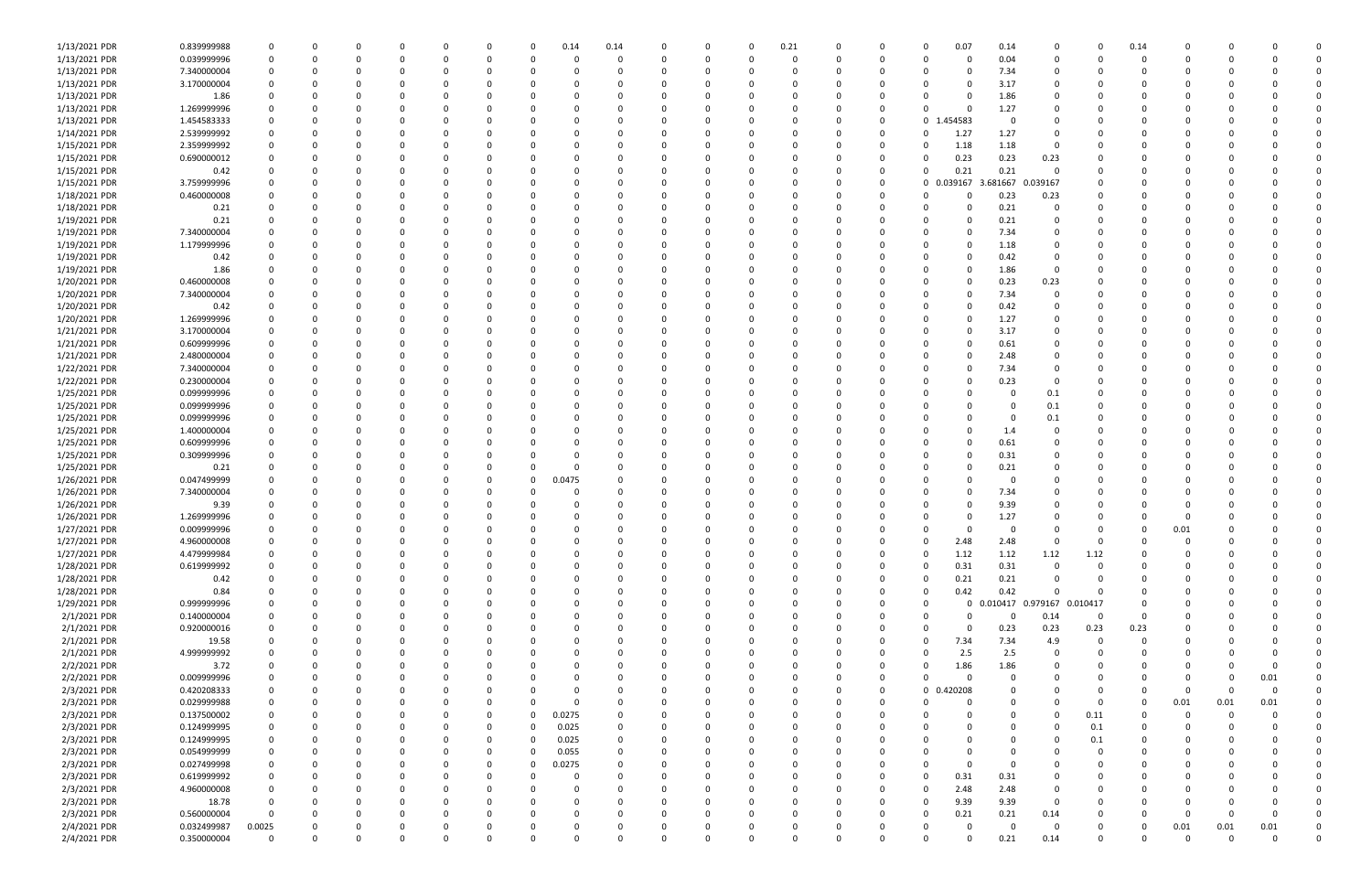| | | | | | | | | | | | | | | | | | | | | | | | | | | | | |
|---|---|---|---|---|---|---|---|---|---|---|---|---|---|---|---|---|---|---|---|---|---|---|---|---|---|---|---|---|
| 1/13/2021 PDR | 0.839999988 | 0 | 0 | 0 | 0 | 0 | 0 | 0 | 0 | 0.14 | 0.14 | 0 | 0 | 0 | 0.21 | 0 | 0 | 0 | 0.07 | 0.14 | 0 | 0 | 0.14 | 0 | 0 | 0 | 0 | 0 |
| 1/13/2021 PDR | 0.039999996 | 0 | 0 | 0 | 0 | 0 | 0 | 0 | 0 | 0 | 0 | 0 | 0 | 0 | 0 | 0 | 0 | 0 | 0 | 0.04 | 0 | 0 | 0 | 0 | 0 | 0 | 0 | 0 |
| 1/13/2021 PDR | 7.340000004 | 0 | 0 | 0 | 0 | 0 | 0 | 0 | 0 | 0 | 0 | 0 | 0 | 0 | 0 | 0 | 0 | 0 | 0 | 7.34 | 0 | 0 | 0 | 0 | 0 | 0 | 0 | 0 |
| 1/13/2021 PDR | 3.170000004 | 0 | 0 | 0 | 0 | 0 | 0 | 0 | 0 | 0 | 0 | 0 | 0 | 0 | 0 | 0 | 0 | 0 | 0 | 3.17 | 0 | 0 | 0 | 0 | 0 | 0 | 0 | 0 |
| 1/13/2021 PDR | 1.86 | 0 | 0 | 0 | 0 | 0 | 0 | 0 | 0 | 0 | 0 | 0 | 0 | 0 | 0 | 0 | 0 | 0 | 0 | 1.86 | 0 | 0 | 0 | 0 | 0 | 0 | 0 | 0 |
| 1/13/2021 PDR | 1.269999996 | 0 | 0 | 0 | 0 | 0 | 0 | 0 | 0 | 0 | 0 | 0 | 0 | 0 | 0 | 0 | 0 | 0 | 0 | 1.27 | 0 | 0 | 0 | 0 | 0 | 0 | 0 | 0 |
| 1/13/2021 PDR | 1.454583333 | 0 | 0 | 0 | 0 | 0 | 0 | 0 | 0 | 0 | 0 | 0 | 0 | 0 | 0 | 0 | 0 | 0 | 1.454583 | 0 | 0 | 0 | 0 | 0 | 0 | 0 | 0 | 0 |
| 1/14/2021 PDR | 2.539999992 | 0 | 0 | 0 | 0 | 0 | 0 | 0 | 0 | 0 | 0 | 0 | 0 | 0 | 0 | 0 | 0 | 0 | 1.27 | 1.27 | 0 | 0 | 0 | 0 | 0 | 0 | 0 | 0 |
| 1/15/2021 PDR | 2.359999992 | 0 | 0 | 0 | 0 | 0 | 0 | 0 | 0 | 0 | 0 | 0 | 0 | 0 | 0 | 0 | 0 | 0 | 1.18 | 1.18 | 0 | 0 | 0 | 0 | 0 | 0 | 0 | 0 |
| 1/15/2021 PDR | 0.690000012 | 0 | 0 | 0 | 0 | 0 | 0 | 0 | 0 | 0 | 0 | 0 | 0 | 0 | 0 | 0 | 0 | 0 | 0.23 | 0.23 | 0.23 | 0 | 0 | 0 | 0 | 0 | 0 | 0 |
| 1/15/2021 PDR | 0.42 | 0 | 0 | 0 | 0 | 0 | 0 | 0 | 0 | 0 | 0 | 0 | 0 | 0 | 0 | 0 | 0 | 0 | 0.21 | 0.21 | 0 | 0 | 0 | 0 | 0 | 0 | 0 | 0 |
| 1/15/2021 PDR | 3.759999996 | 0 | 0 | 0 | 0 | 0 | 0 | 0 | 0 | 0 | 0 | 0 | 0 | 0 | 0 | 0 | 0 | 0 | 0.039167 | 3.681667 | 0.039167 | 0 | 0 | 0 | 0 | 0 | 0 | 0 |
| 1/18/2021 PDR | 0.460000008 | 0 | 0 | 0 | 0 | 0 | 0 | 0 | 0 | 0 | 0 | 0 | 0 | 0 | 0 | 0 | 0 | 0 | 0 | 0.23 | 0.23 | 0 | 0 | 0 | 0 | 0 | 0 | 0 |
| 1/18/2021 PDR | 0.21 | 0 | 0 | 0 | 0 | 0 | 0 | 0 | 0 | 0 | 0 | 0 | 0 | 0 | 0 | 0 | 0 | 0 | 0 | 0.21 | 0 | 0 | 0 | 0 | 0 | 0 | 0 | 0 |
| 1/19/2021 PDR | 0.21 | 0 | 0 | 0 | 0 | 0 | 0 | 0 | 0 | 0 | 0 | 0 | 0 | 0 | 0 | 0 | 0 | 0 | 0 | 0.21 | 0 | 0 | 0 | 0 | 0 | 0 | 0 | 0 |
| 1/19/2021 PDR | 7.340000004 | 0 | 0 | 0 | 0 | 0 | 0 | 0 | 0 | 0 | 0 | 0 | 0 | 0 | 0 | 0 | 0 | 0 | 0 | 7.34 | 0 | 0 | 0 | 0 | 0 | 0 | 0 | 0 |
| 1/19/2021 PDR | 1.179999996 | 0 | 0 | 0 | 0 | 0 | 0 | 0 | 0 | 0 | 0 | 0 | 0 | 0 | 0 | 0 | 0 | 0 | 0 | 1.18 | 0 | 0 | 0 | 0 | 0 | 0 | 0 | 0 |
| 1/19/2021 PDR | 0.42 | 0 | 0 | 0 | 0 | 0 | 0 | 0 | 0 | 0 | 0 | 0 | 0 | 0 | 0 | 0 | 0 | 0 | 0 | 0.42 | 0 | 0 | 0 | 0 | 0 | 0 | 0 | 0 |
| 1/19/2021 PDR | 1.86 | 0 | 0 | 0 | 0 | 0 | 0 | 0 | 0 | 0 | 0 | 0 | 0 | 0 | 0 | 0 | 0 | 0 | 0 | 1.86 | 0 | 0 | 0 | 0 | 0 | 0 | 0 | 0 |
| 1/20/2021 PDR | 0.460000008 | 0 | 0 | 0 | 0 | 0 | 0 | 0 | 0 | 0 | 0 | 0 | 0 | 0 | 0 | 0 | 0 | 0 | 0 | 0.23 | 0.23 | 0 | 0 | 0 | 0 | 0 | 0 | 0 |
| 1/20/2021 PDR | 7.340000004 | 0 | 0 | 0 | 0 | 0 | 0 | 0 | 0 | 0 | 0 | 0 | 0 | 0 | 0 | 0 | 0 | 0 | 0 | 7.34 | 0 | 0 | 0 | 0 | 0 | 0 | 0 | 0 |
| 1/20/2021 PDR | 0.42 | 0 | 0 | 0 | 0 | 0 | 0 | 0 | 0 | 0 | 0 | 0 | 0 | 0 | 0 | 0 | 0 | 0 | 0 | 0.42 | 0 | 0 | 0 | 0 | 0 | 0 | 0 | 0 |
| 1/20/2021 PDR | 1.269999996 | 0 | 0 | 0 | 0 | 0 | 0 | 0 | 0 | 0 | 0 | 0 | 0 | 0 | 0 | 0 | 0 | 0 | 0 | 1.27 | 0 | 0 | 0 | 0 | 0 | 0 | 0 | 0 |
| 1/21/2021 PDR | 3.170000004 | 0 | 0 | 0 | 0 | 0 | 0 | 0 | 0 | 0 | 0 | 0 | 0 | 0 | 0 | 0 | 0 | 0 | 0 | 3.17 | 0 | 0 | 0 | 0 | 0 | 0 | 0 | 0 |
| 1/21/2021 PDR | 0.609999996 | 0 | 0 | 0 | 0 | 0 | 0 | 0 | 0 | 0 | 0 | 0 | 0 | 0 | 0 | 0 | 0 | 0 | 0 | 0.61 | 0 | 0 | 0 | 0 | 0 | 0 | 0 | 0 |
| 1/21/2021 PDR | 2.480000004 | 0 | 0 | 0 | 0 | 0 | 0 | 0 | 0 | 0 | 0 | 0 | 0 | 0 | 0 | 0 | 0 | 0 | 0 | 2.48 | 0 | 0 | 0 | 0 | 0 | 0 | 0 | 0 |
| 1/22/2021 PDR | 7.340000004 | 0 | 0 | 0 | 0 | 0 | 0 | 0 | 0 | 0 | 0 | 0 | 0 | 0 | 0 | 0 | 0 | 0 | 0 | 7.34 | 0 | 0 | 0 | 0 | 0 | 0 | 0 | 0 |
| 1/22/2021 PDR | 0.230000004 | 0 | 0 | 0 | 0 | 0 | 0 | 0 | 0 | 0 | 0 | 0 | 0 | 0 | 0 | 0 | 0 | 0 | 0 | 0.23 | 0 | 0 | 0 | 0 | 0 | 0 | 0 | 0 |
| 1/25/2021 PDR | 0.099999996 | 0 | 0 | 0 | 0 | 0 | 0 | 0 | 0 | 0 | 0 | 0 | 0 | 0 | 0 | 0 | 0 | 0 | 0 | 0 | 0.1 | 0 | 0 | 0 | 0 | 0 | 0 | 0 |
| 1/25/2021 PDR | 0.099999996 | 0 | 0 | 0 | 0 | 0 | 0 | 0 | 0 | 0 | 0 | 0 | 0 | 0 | 0 | 0 | 0 | 0 | 0 | 0 | 0.1 | 0 | 0 | 0 | 0 | 0 | 0 | 0 |
| 1/25/2021 PDR | 0.099999996 | 0 | 0 | 0 | 0 | 0 | 0 | 0 | 0 | 0 | 0 | 0 | 0 | 0 | 0 | 0 | 0 | 0 | 0 | 0 | 0.1 | 0 | 0 | 0 | 0 | 0 | 0 | 0 |
| 1/25/2021 PDR | 1.400000004 | 0 | 0 | 0 | 0 | 0 | 0 | 0 | 0 | 0 | 0 | 0 | 0 | 0 | 0 | 0 | 0 | 0 | 0 | 1.4 | 0 | 0 | 0 | 0 | 0 | 0 | 0 | 0 |
| 1/25/2021 PDR | 0.609999996 | 0 | 0 | 0 | 0 | 0 | 0 | 0 | 0 | 0 | 0 | 0 | 0 | 0 | 0 | 0 | 0 | 0 | 0 | 0.61 | 0 | 0 | 0 | 0 | 0 | 0 | 0 | 0 |
| 1/25/2021 PDR | 0.309999996 | 0 | 0 | 0 | 0 | 0 | 0 | 0 | 0 | 0 | 0 | 0 | 0 | 0 | 0 | 0 | 0 | 0 | 0 | 0.31 | 0 | 0 | 0 | 0 | 0 | 0 | 0 | 0 |
| 1/25/2021 PDR | 0.21 | 0 | 0 | 0 | 0 | 0 | 0 | 0 | 0 | 0 | 0 | 0 | 0 | 0 | 0 | 0 | 0 | 0 | 0 | 0.21 | 0 | 0 | 0 | 0 | 0 | 0 | 0 | 0 |
| 1/26/2021 PDR | 0.047499999 | 0 | 0 | 0 | 0 | 0 | 0 | 0 | 0 | 0.0475 | 0 | 0 | 0 | 0 | 0 | 0 | 0 | 0 | 0 | 0 | 0 | 0 | 0 | 0 | 0 | 0 | 0 | 0 |
| 1/26/2021 PDR | 7.340000004 | 0 | 0 | 0 | 0 | 0 | 0 | 0 | 0 | 0 | 0 | 0 | 0 | 0 | 0 | 0 | 0 | 0 | 0 | 7.34 | 0 | 0 | 0 | 0 | 0 | 0 | 0 | 0 |
| 1/26/2021 PDR | 9.39 | 0 | 0 | 0 | 0 | 0 | 0 | 0 | 0 | 0 | 0 | 0 | 0 | 0 | 0 | 0 | 0 | 0 | 0 | 9.39 | 0 | 0 | 0 | 0 | 0 | 0 | 0 | 0 |
| 1/26/2021 PDR | 1.269999996 | 0 | 0 | 0 | 0 | 0 | 0 | 0 | 0 | 0 | 0 | 0 | 0 | 0 | 0 | 0 | 0 | 0 | 0 | 1.27 | 0 | 0 | 0 | 0 | 0 | 0 | 0 | 0 |
| 1/27/2021 PDR | 0.009999996 | 0 | 0 | 0 | 0 | 0 | 0 | 0 | 0 | 0 | 0 | 0 | 0 | 0 | 0 | 0 | 0 | 0 | 0 | 0 | 0 | 0 | 0 | 0.01 | 0 | 0 | 0 | 0 |
| 1/27/2021 PDR | 4.960000008 | 0 | 0 | 0 | 0 | 0 | 0 | 0 | 0 | 0 | 0 | 0 | 0 | 0 | 0 | 0 | 0 | 0 | 2.48 | 2.48 | 0 | 0 | 0 | 0 | 0 | 0 | 0 | 0 |
| 1/27/2021 PDR | 4.479999984 | 0 | 0 | 0 | 0 | 0 | 0 | 0 | 0 | 0 | 0 | 0 | 0 | 0 | 0 | 0 | 0 | 0 | 1.12 | 1.12 | 1.12 | 1.12 | 0 | 0 | 0 | 0 | 0 | 0 |
| 1/28/2021 PDR | 0.619999992 | 0 | 0 | 0 | 0 | 0 | 0 | 0 | 0 | 0 | 0 | 0 | 0 | 0 | 0 | 0 | 0 | 0 | 0.31 | 0.31 | 0 | 0 | 0 | 0 | 0 | 0 | 0 | 0 |
| 1/28/2021 PDR | 0.42 | 0 | 0 | 0 | 0 | 0 | 0 | 0 | 0 | 0 | 0 | 0 | 0 | 0 | 0 | 0 | 0 | 0 | 0.21 | 0.21 | 0 | 0 | 0 | 0 | 0 | 0 | 0 | 0 |
| 1/28/2021 PDR | 0.84 | 0 | 0 | 0 | 0 | 0 | 0 | 0 | 0 | 0 | 0 | 0 | 0 | 0 | 0 | 0 | 0 | 0 | 0.42 | 0.42 | 0 | 0 | 0 | 0 | 0 | 0 | 0 | 0 |
| 1/29/2021 PDR | 0.999999996 | 0 | 0 | 0 | 0 | 0 | 0 | 0 | 0 | 0 | 0 | 0 | 0 | 0 | 0 | 0 | 0 | 0 | 0 | 0.010417 | 0.979167 | 0.010417 | 0 | 0 | 0 | 0 | 0 | 0 |
| 2/1/2021 PDR | 0.140000004 | 0 | 0 | 0 | 0 | 0 | 0 | 0 | 0 | 0 | 0 | 0 | 0 | 0 | 0 | 0 | 0 | 0 | 0 | 0 | 0.14 | 0 | 0 | 0 | 0 | 0 | 0 | 0 |
| 2/1/2021 PDR | 0.920000016 | 0 | 0 | 0 | 0 | 0 | 0 | 0 | 0 | 0 | 0 | 0 | 0 | 0 | 0 | 0 | 0 | 0 | 0 | 0.23 | 0.23 | 0.23 | 0.23 | 0 | 0 | 0 | 0 | 0 |
| 2/1/2021 PDR | 19.58 | 0 | 0 | 0 | 0 | 0 | 0 | 0 | 0 | 0 | 0 | 0 | 0 | 0 | 0 | 0 | 0 | 0 | 7.34 | 7.34 | 4.9 | 0 | 0 | 0 | 0 | 0 | 0 | 0 |
| 2/1/2021 PDR | 4.999999992 | 0 | 0 | 0 | 0 | 0 | 0 | 0 | 0 | 0 | 0 | 0 | 0 | 0 | 0 | 0 | 0 | 0 | 2.5 | 2.5 | 0 | 0 | 0 | 0 | 0 | 0 | 0 | 0 |
| 2/2/2021 PDR | 3.72 | 0 | 0 | 0 | 0 | 0 | 0 | 0 | 0 | 0 | 0 | 0 | 0 | 0 | 0 | 0 | 0 | 0 | 1.86 | 1.86 | 0 | 0 | 0 | 0 | 0 | 0 | 0 | 0 |
| 2/2/2021 PDR | 0.009999996 | 0 | 0 | 0 | 0 | 0 | 0 | 0 | 0 | 0 | 0 | 0 | 0 | 0 | 0 | 0 | 0 | 0 | 0 | 0 | 0 | 0 | 0 | 0 | 0 | 0.01 | 0 | 0 |
| 2/3/2021 PDR | 0.420208333 | 0 | 0 | 0 | 0 | 0 | 0 | 0 | 0 | 0 | 0 | 0 | 0 | 0 | 0 | 0 | 0 | 0 | 0.420208 | 0 | 0 | 0 | 0 | 0 | 0 | 0 | 0 | 0 |
| 2/3/2021 PDR | 0.029999988 | 0 | 0 | 0 | 0 | 0 | 0 | 0 | 0 | 0 | 0 | 0 | 0 | 0 | 0 | 0 | 0 | 0 | 0 | 0 | 0 | 0 | 0 | 0.01 | 0.01 | 0.01 | 0 | 0 |
| 2/3/2021 PDR | 0.137500002 | 0 | 0 | 0 | 0 | 0 | 0 | 0 | 0 | 0.0275 | 0 | 0 | 0 | 0 | 0 | 0 | 0 | 0 | 0 | 0 | 0 | 0.11 | 0 | 0 | 0 | 0 | 0 | 0 |
| 2/3/2021 PDR | 0.124999995 | 0 | 0 | 0 | 0 | 0 | 0 | 0 | 0 | 0.025 | 0 | 0 | 0 | 0 | 0 | 0 | 0 | 0 | 0 | 0 | 0 | 0.1 | 0 | 0 | 0 | 0 | 0 | 0 |
| 2/3/2021 PDR | 0.124999995 | 0 | 0 | 0 | 0 | 0 | 0 | 0 | 0 | 0.025 | 0 | 0 | 0 | 0 | 0 | 0 | 0 | 0 | 0 | 0 | 0 | 0.1 | 0 | 0 | 0 | 0 | 0 | 0 |
| 2/3/2021 PDR | 0.054999999 | 0 | 0 | 0 | 0 | 0 | 0 | 0 | 0 | 0.055 | 0 | 0 | 0 | 0 | 0 | 0 | 0 | 0 | 0 | 0 | 0 | 0 | 0 | 0 | 0 | 0 | 0 | 0 |
| 2/3/2021 PDR | 0.027499998 | 0 | 0 | 0 | 0 | 0 | 0 | 0 | 0 | 0.0275 | 0 | 0 | 0 | 0 | 0 | 0 | 0 | 0 | 0 | 0 | 0 | 0 | 0 | 0 | 0 | 0 | 0 | 0 |
| 2/3/2021 PDR | 0.619999992 | 0 | 0 | 0 | 0 | 0 | 0 | 0 | 0 | 0 | 0 | 0 | 0 | 0 | 0 | 0 | 0 | 0 | 0.31 | 0.31 | 0 | 0 | 0 | 0 | 0 | 0 | 0 | 0 |
| 2/3/2021 PDR | 4.960000008 | 0 | 0 | 0 | 0 | 0 | 0 | 0 | 0 | 0 | 0 | 0 | 0 | 0 | 0 | 0 | 0 | 0 | 2.48 | 2.48 | 0 | 0 | 0 | 0 | 0 | 0 | 0 | 0 |
| 2/3/2021 PDR | 18.78 | 0 | 0 | 0 | 0 | 0 | 0 | 0 | 0 | 0 | 0 | 0 | 0 | 0 | 0 | 0 | 0 | 0 | 9.39 | 9.39 | 0 | 0 | 0 | 0 | 0 | 0 | 0 | 0 |
| 2/3/2021 PDR | 0.560000004 | 0 | 0 | 0 | 0 | 0 | 0 | 0 | 0 | 0 | 0 | 0 | 0 | 0 | 0 | 0 | 0 | 0 | 0.21 | 0.21 | 0.14 | 0 | 0 | 0 | 0 | 0 | 0 | 0 |
| 2/4/2021 PDR | 0.032499987 | 0.0025 | 0 | 0 | 0 | 0 | 0 | 0 | 0 | 0 | 0 | 0 | 0 | 0 | 0 | 0 | 0 | 0 | 0 | 0 | 0 | 0 | 0 | 0.01 | 0.01 | 0.01 | 0 | 0 |
| 2/4/2021 PDR | 0.350000004 | 0 | 0 | 0 | 0 | 0 | 0 | 0 | 0 | 0 | 0 | 0 | 0 | 0 | 0 | 0 | 0 | 0 | 0 | 0.21 | 0.14 | 0 | 0 | 0 | 0 | 0 | 0 | 0 |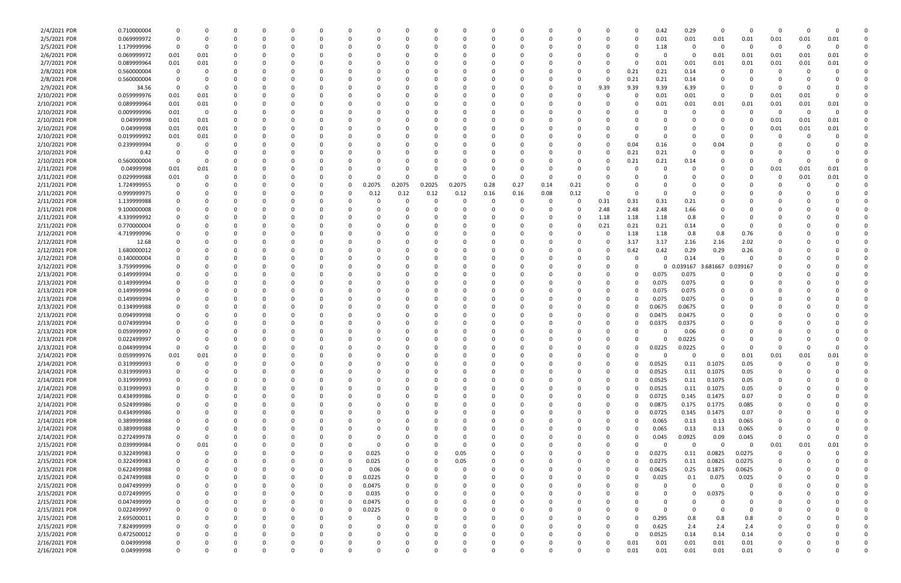| | | | | | | | | | | | | | | | | | | | | | | | | | | | |
|---|---|---|---|---|---|---|---|---|---|---|---|---|---|---|---|---|---|---|---|---|---|---|---|---|---|---|---|
| 2/4/2021 PDR | 0.710000004 | 0 | 0 | 0 | 0 | 0 | 0 | 0 | 0 | 0 | 0 | 0 | 0 | 0 | 0 | 0 | 0 | 0 | 0 | 0.42 | 0.29 | 0 | 0 | 0 | 0 | 0 | 0 |
| 2/5/2021 PDR | 0.069999972 | 0 | 0 | 0 | 0 | 0 | 0 | 0 | 0 | 0 | 0 | 0 | 0 | 0 | 0 | 0 | 0 | 0 | 0 | 0.01 | 0.01 | 0.01 | 0.01 | 0.01 | 0.01 | 0.01 | 0 |
| 2/5/2021 PDR | 1.179999996 | 0 | 0 | 0 | 0 | 0 | 0 | 0 | 0 | 0 | 0 | 0 | 0 | 0 | 0 | 0 | 0 | 0 | 0 | 1.18 | 0 | 0 | 0 | 0 | 0 | 0 | 0 |
| 2/6/2021 PDR | 0.069999972 | 0.01 | 0.01 | 0 | 0 | 0 | 0 | 0 | 0 | 0 | 0 | 0 | 0 | 0 | 0 | 0 | 0 | 0 | 0 | 0 | 0 | 0.01 | 0.01 | 0.01 | 0.01 | 0.01 | 0 |
| 2/7/2021 PDR | 0.089999964 | 0.01 | 0.01 | 0 | 0 | 0 | 0 | 0 | 0 | 0 | 0 | 0 | 0 | 0 | 0 | 0 | 0 | 0 | 0 | 0.01 | 0.01 | 0.01 | 0.01 | 0.01 | 0.01 | 0.01 | 0 |
| 2/8/2021 PDR | 0.560000004 | 0 | 0 | 0 | 0 | 0 | 0 | 0 | 0 | 0 | 0 | 0 | 0 | 0 | 0 | 0 | 0 | 0 | 0.21 | 0.21 | 0.14 | 0 | 0 | 0 | 0 | 0 | 0 |
| 2/8/2021 PDR | 0.560000004 | 0 | 0 | 0 | 0 | 0 | 0 | 0 | 0 | 0 | 0 | 0 | 0 | 0 | 0 | 0 | 0 | 0 | 0.21 | 0.21 | 0.14 | 0 | 0 | 0 | 0 | 0 | 0 |
| 2/9/2021 PDR | 34.56 | 0 | 0 | 0 | 0 | 0 | 0 | 0 | 0 | 0 | 0 | 0 | 0 | 0 | 0 | 0 | 0 | 9.39 | 9.39 | 9.39 | 6.39 | 0 | 0 | 0 | 0 | 0 | 0 |
| 2/10/2021 PDR | 0.059999976 | 0.01 | 0.01 | 0 | 0 | 0 | 0 | 0 | 0 | 0 | 0 | 0 | 0 | 0 | 0 | 0 | 0 | 0 | 0 | 0.01 | 0.01 | 0 | 0 | 0.01 | 0.01 | 0 | 0 |
| 2/10/2021 PDR | 0.089999964 | 0.01 | 0.01 | 0 | 0 | 0 | 0 | 0 | 0 | 0 | 0 | 0 | 0 | 0 | 0 | 0 | 0 | 0 | 0 | 0.01 | 0.01 | 0.01 | 0.01 | 0.01 | 0.01 | 0.01 | 0 |
| 2/10/2021 PDR | 0.009999996 | 0.01 | 0 | 0 | 0 | 0 | 0 | 0 | 0 | 0 | 0 | 0 | 0 | 0 | 0 | 0 | 0 | 0 | 0 | 0 | 0 | 0 | 0 | 0 | 0 | 0 | 0 |
| 2/10/2021 PDR | 0.04999998 | 0.01 | 0.01 | 0 | 0 | 0 | 0 | 0 | 0 | 0 | 0 | 0 | 0 | 0 | 0 | 0 | 0 | 0 | 0 | 0 | 0 | 0 | 0 | 0.01 | 0.01 | 0.01 | 0 |
| 2/10/2021 PDR | 0.04999998 | 0.01 | 0.01 | 0 | 0 | 0 | 0 | 0 | 0 | 0 | 0 | 0 | 0 | 0 | 0 | 0 | 0 | 0 | 0 | 0 | 0 | 0 | 0 | 0.01 | 0.01 | 0.01 | 0 |
| 2/10/2021 PDR | 0.019999992 | 0.01 | 0.01 | 0 | 0 | 0 | 0 | 0 | 0 | 0 | 0 | 0 | 0 | 0 | 0 | 0 | 0 | 0 | 0 | 0 | 0 | 0 | 0 | 0 | 0 | 0 | 0 |
| 2/10/2021 PDR | 0.239999994 | 0 | 0 | 0 | 0 | 0 | 0 | 0 | 0 | 0 | 0 | 0 | 0 | 0 | 0 | 0 | 0 | 0 | 0.04 | 0.16 | 0 | 0.04 | 0 | 0 | 0 | 0 | 0 |
| 2/10/2021 PDR | 0.42 | 0 | 0 | 0 | 0 | 0 | 0 | 0 | 0 | 0 | 0 | 0 | 0 | 0 | 0 | 0 | 0 | 0 | 0.21 | 0.21 | 0 | 0 | 0 | 0 | 0 | 0 | 0 |
| 2/10/2021 PDR | 0.560000004 | 0 | 0 | 0 | 0 | 0 | 0 | 0 | 0 | 0 | 0 | 0 | 0 | 0 | 0 | 0 | 0 | 0 | 0.21 | 0.21 | 0.14 | 0 | 0 | 0 | 0 | 0 | 0 |
| 2/11/2021 PDR | 0.04999998 | 0.01 | 0.01 | 0 | 0 | 0 | 0 | 0 | 0 | 0 | 0 | 0 | 0 | 0 | 0 | 0 | 0 | 0 | 0 | 0 | 0 | 0 | 0 | 0.01 | 0.01 | 0.01 | 0 |
| 2/11/2021 PDR | 0.029999988 | 0.01 | 0 | 0 | 0 | 0 | 0 | 0 | 0 | 0 | 0 | 0 | 0 | 0 | 0 | 0 | 0 | 0 | 0 | 0 | 0 | 0 | 0 | 0 | 0.01 | 0.01 | 0 |
| 2/11/2021 PDR | 1.724999955 | 0 | 0 | 0 | 0 | 0 | 0 | 0 | 0 | 0.2075 | 0.2075 | 0.2025 | 0.2075 | 0.28 | 0.27 | 0.14 | 0.21 | 0 | 0 | 0 | 0 | 0 | 0 | 0 | 0 | 0 | 0 |
| 2/11/2021 PDR | 0.999999975 | 0 | 0 | 0 | 0 | 0 | 0 | 0 | 0 | 0.12 | 0.12 | 0.12 | 0.12 | 0.16 | 0.16 | 0.08 | 0.12 | 0 | 0 | 0 | 0 | 0 | 0 | 0 | 0 | 0 | 0 |
| 2/11/2021 PDR | 1.139999988 | 0 | 0 | 0 | 0 | 0 | 0 | 0 | 0 | 0 | 0 | 0 | 0 | 0 | 0 | 0 | 0 | 0.31 | 0.31 | 0.31 | 0.21 | 0 | 0 | 0 | 0 | 0 | 0 |
| 2/11/2021 PDR | 9.100000008 | 0 | 0 | 0 | 0 | 0 | 0 | 0 | 0 | 0 | 0 | 0 | 0 | 0 | 0 | 0 | 0 | 2.48 | 2.48 | 2.48 | 1.66 | 0 | 0 | 0 | 0 | 0 | 0 |
| 2/11/2021 PDR | 4.339999992 | 0 | 0 | 0 | 0 | 0 | 0 | 0 | 0 | 0 | 0 | 0 | 0 | 0 | 0 | 0 | 0 | 1.18 | 1.18 | 1.18 | 0.8 | 0 | 0 | 0 | 0 | 0 | 0 |
| 2/11/2021 PDR | 0.770000004 | 0 | 0 | 0 | 0 | 0 | 0 | 0 | 0 | 0 | 0 | 0 | 0 | 0 | 0 | 0 | 0 | 0.21 | 0.21 | 0.21 | 0.14 | 0 | 0 | 0 | 0 | 0 | 0 |
| 2/12/2021 PDR | 4.719999996 | 0 | 0 | 0 | 0 | 0 | 0 | 0 | 0 | 0 | 0 | 0 | 0 | 0 | 0 | 0 | 0 | 0 | 1.18 | 1.18 | 0.8 | 0.8 | 0.76 | 0 | 0 | 0 | 0 |
| 2/12/2021 PDR | 12.68 | 0 | 0 | 0 | 0 | 0 | 0 | 0 | 0 | 0 | 0 | 0 | 0 | 0 | 0 | 0 | 0 | 0 | 3.17 | 3.17 | 2.16 | 2.16 | 2.02 | 0 | 0 | 0 | 0 |
| 2/12/2021 PDR | 1.680000012 | 0 | 0 | 0 | 0 | 0 | 0 | 0 | 0 | 0 | 0 | 0 | 0 | 0 | 0 | 0 | 0 | 0 | 0.42 | 0.42 | 0.29 | 0.29 | 0.26 | 0 | 0 | 0 | 0 |
| 2/12/2021 PDR | 0.140000004 | 0 | 0 | 0 | 0 | 0 | 0 | 0 | 0 | 0 | 0 | 0 | 0 | 0 | 0 | 0 | 0 | 0 | 0 | 0 | 0.14 | 0 | 0 | 0 | 0 | 0 | 0 |
| 2/12/2021 PDR | 3.759999996 | 0 | 0 | 0 | 0 | 0 | 0 | 0 | 0 | 0 | 0 | 0 | 0 | 0 | 0 | 0 | 0 | 0 | 0 | 0 | 0.039167 | 3.681667 | 0.039167 | 0 | 0 | 0 | 0 |
| 2/13/2021 PDR | 0.149999994 | 0 | 0 | 0 | 0 | 0 | 0 | 0 | 0 | 0 | 0 | 0 | 0 | 0 | 0 | 0 | 0 | 0 | 0 | 0.075 | 0.075 | 0 | 0 | 0 | 0 | 0 | 0 |
| 2/13/2021 PDR | 0.149999994 | 0 | 0 | 0 | 0 | 0 | 0 | 0 | 0 | 0 | 0 | 0 | 0 | 0 | 0 | 0 | 0 | 0 | 0 | 0.075 | 0.075 | 0 | 0 | 0 | 0 | 0 | 0 |
| 2/13/2021 PDR | 0.149999994 | 0 | 0 | 0 | 0 | 0 | 0 | 0 | 0 | 0 | 0 | 0 | 0 | 0 | 0 | 0 | 0 | 0 | 0 | 0.075 | 0.075 | 0 | 0 | 0 | 0 | 0 | 0 |
| 2/13/2021 PDR | 0.149999994 | 0 | 0 | 0 | 0 | 0 | 0 | 0 | 0 | 0 | 0 | 0 | 0 | 0 | 0 | 0 | 0 | 0 | 0 | 0.075 | 0.075 | 0 | 0 | 0 | 0 | 0 | 0 |
| 2/13/2021 PDR | 0.134999988 | 0 | 0 | 0 | 0 | 0 | 0 | 0 | 0 | 0 | 0 | 0 | 0 | 0 | 0 | 0 | 0 | 0 | 0 | 0.0675 | 0.0675 | 0 | 0 | 0 | 0 | 0 | 0 |
| 2/13/2021 PDR | 0.094999998 | 0 | 0 | 0 | 0 | 0 | 0 | 0 | 0 | 0 | 0 | 0 | 0 | 0 | 0 | 0 | 0 | 0 | 0 | 0.0475 | 0.0475 | 0 | 0 | 0 | 0 | 0 | 0 |
| 2/13/2021 PDR | 0.074999994 | 0 | 0 | 0 | 0 | 0 | 0 | 0 | 0 | 0 | 0 | 0 | 0 | 0 | 0 | 0 | 0 | 0 | 0 | 0.0375 | 0.0375 | 0 | 0 | 0 | 0 | 0 | 0 |
| 2/13/2021 PDR | 0.059999997 | 0 | 0 | 0 | 0 | 0 | 0 | 0 | 0 | 0 | 0 | 0 | 0 | 0 | 0 | 0 | 0 | 0 | 0 | 0 | 0.06 | 0 | 0 | 0 | 0 | 0 | 0 |
| 2/13/2021 PDR | 0.022499997 | 0 | 0 | 0 | 0 | 0 | 0 | 0 | 0 | 0 | 0 | 0 | 0 | 0 | 0 | 0 | 0 | 0 | 0 | 0 | 0.0225 | 0 | 0 | 0 | 0 | 0 | 0 |
| 2/13/2021 PDR | 0.044999994 | 0 | 0 | 0 | 0 | 0 | 0 | 0 | 0 | 0 | 0 | 0 | 0 | 0 | 0 | 0 | 0 | 0 | 0 | 0.0225 | 0.0225 | 0 | 0 | 0 | 0 | 0 | 0 |
| 2/14/2021 PDR | 0.059999976 | 0.01 | 0.01 | 0 | 0 | 0 | 0 | 0 | 0 | 0 | 0 | 0 | 0 | 0 | 0 | 0 | 0 | 0 | 0 | 0 | 0 | 0 | 0.01 | 0.01 | 0.01 | 0.01 | 0 |
| 2/14/2021 PDR | 0.319999993 | 0 | 0 | 0 | 0 | 0 | 0 | 0 | 0 | 0 | 0 | 0 | 0 | 0 | 0 | 0 | 0 | 0 | 0 | 0.0525 | 0.11 | 0.1075 | 0.05 | 0 | 0 | 0 | 0 |
| 2/14/2021 PDR | 0.319999993 | 0 | 0 | 0 | 0 | 0 | 0 | 0 | 0 | 0 | 0 | 0 | 0 | 0 | 0 | 0 | 0 | 0 | 0 | 0.0525 | 0.11 | 0.1075 | 0.05 | 0 | 0 | 0 | 0 |
| 2/14/2021 PDR | 0.319999993 | 0 | 0 | 0 | 0 | 0 | 0 | 0 | 0 | 0 | 0 | 0 | 0 | 0 | 0 | 0 | 0 | 0 | 0 | 0.0525 | 0.11 | 0.1075 | 0.05 | 0 | 0 | 0 | 0 |
| 2/14/2021 PDR | 0.319999993 | 0 | 0 | 0 | 0 | 0 | 0 | 0 | 0 | 0 | 0 | 0 | 0 | 0 | 0 | 0 | 0 | 0 | 0 | 0.0525 | 0.11 | 0.1075 | 0.05 | 0 | 0 | 0 | 0 |
| 2/14/2021 PDR | 0.434999986 | 0 | 0 | 0 | 0 | 0 | 0 | 0 | 0 | 0 | 0 | 0 | 0 | 0 | 0 | 0 | 0 | 0 | 0 | 0.0725 | 0.145 | 0.1475 | 0.07 | 0 | 0 | 0 | 0 |
| 2/14/2021 PDR | 0.524999986 | 0 | 0 | 0 | 0 | 0 | 0 | 0 | 0 | 0 | 0 | 0 | 0 | 0 | 0 | 0 | 0 | 0 | 0 | 0.0875 | 0.175 | 0.1775 | 0.085 | 0 | 0 | 0 | 0 |
| 2/14/2021 PDR | 0.434999986 | 0 | 0 | 0 | 0 | 0 | 0 | 0 | 0 | 0 | 0 | 0 | 0 | 0 | 0 | 0 | 0 | 0 | 0 | 0.0725 | 0.145 | 0.1475 | 0.07 | 0 | 0 | 0 | 0 |
| 2/14/2021 PDR | 0.389999988 | 0 | 0 | 0 | 0 | 0 | 0 | 0 | 0 | 0 | 0 | 0 | 0 | 0 | 0 | 0 | 0 | 0 | 0 | 0.065 | 0.13 | 0.13 | 0.065 | 0 | 0 | 0 | 0 |
| 2/14/2021 PDR | 0.389999988 | 0 | 0 | 0 | 0 | 0 | 0 | 0 | 0 | 0 | 0 | 0 | 0 | 0 | 0 | 0 | 0 | 0 | 0 | 0.065 | 0.13 | 0.13 | 0.065 | 0 | 0 | 0 | 0 |
| 2/14/2021 PDR | 0.272499978 | 0 | 0 | 0 | 0 | 0 | 0 | 0 | 0 | 0 | 0 | 0 | 0 | 0 | 0 | 0 | 0 | 0 | 0 | 0.045 | 0.0925 | 0.09 | 0.045 | 0 | 0 | 0 | 0 |
| 2/15/2021 PDR | 0.03999984 | 0 | 0.01 | 0 | 0 | 0 | 0 | 0 | 0 | 0 | 0 | 0 | 0 | 0 | 0 | 0 | 0 | 0 | 0 | 0 | 0 | 0 | 0 | 0.01 | 0.01 | 0.01 | 0 |
| 2/15/2021 PDR | 0.322499983 | 0 | 0 | 0 | 0 | 0 | 0 | 0 | 0 | 0.025 | 0 | 0 | 0.05 | 0 | 0 | 0 | 0 | 0 | 0 | 0.0275 | 0.11 | 0.0825 | 0.0275 | 0 | 0 | 0 | 0 |
| 2/15/2021 PDR | 0.322499983 | 0 | 0 | 0 | 0 | 0 | 0 | 0 | 0 | 0.025 | 0 | 0 | 0.05 | 0 | 0 | 0 | 0 | 0 | 0 | 0.0275 | 0.11 | 0.0825 | 0.0275 | 0 | 0 | 0 | 0 |
| 2/15/2021 PDR | 0.622499988 | 0 | 0 | 0 | 0 | 0 | 0 | 0 | 0 | 0.06 | 0 | 0 | 0 | 0 | 0 | 0 | 0 | 0 | 0 | 0.0625 | 0.25 | 0.1875 | 0.0625 | 0 | 0 | 0 | 0 |
| 2/15/2021 PDR | 0.247499988 | 0 | 0 | 0 | 0 | 0 | 0 | 0 | 0 | 0.0225 | 0 | 0 | 0 | 0 | 0 | 0 | 0 | 0 | 0 | 0.025 | 0.1 | 0.075 | 0.025 | 0 | 0 | 0 | 0 |
| 2/15/2021 PDR | 0.047499999 | 0 | 0 | 0 | 0 | 0 | 0 | 0 | 0 | 0.0475 | 0 | 0 | 0 | 0 | 0 | 0 | 0 | 0 | 0 | 0 | 0 | 0 | 0 | 0 | 0 | 0 | 0 |
| 2/15/2021 PDR | 0.072499995 | 0 | 0 | 0 | 0 | 0 | 0 | 0 | 0 | 0.035 | 0 | 0 | 0 | 0 | 0 | 0 | 0 | 0 | 0 | 0 | 0 | 0.0375 | 0 | 0 | 0 | 0 | 0 |
| 2/15/2021 PDR | 0.047499999 | 0 | 0 | 0 | 0 | 0 | 0 | 0 | 0 | 0.0475 | 0 | 0 | 0 | 0 | 0 | 0 | 0 | 0 | 0 | 0 | 0 | 0 | 0 | 0 | 0 | 0 | 0 |
| 2/15/2021 PDR | 0.022499997 | 0 | 0 | 0 | 0 | 0 | 0 | 0 | 0 | 0.0225 | 0 | 0 | 0 | 0 | 0 | 0 | 0 | 0 | 0 | 0 | 0 | 0 | 0 | 0 | 0 | 0 | 0 |
| 2/15/2021 PDR | 2.695000011 | 0 | 0 | 0 | 0 | 0 | 0 | 0 | 0 | 0 | 0 | 0 | 0 | 0 | 0 | 0 | 0 | 0 | 0 | 0.295 | 0.8 | 0.8 | 0.8 | 0 | 0 | 0 | 0 |
| 2/15/2021 PDR | 7.824999999 | 0 | 0 | 0 | 0 | 0 | 0 | 0 | 0 | 0 | 0 | 0 | 0 | 0 | 0 | 0 | 0 | 0 | 0 | 0.625 | 2.4 | 2.4 | 2.4 | 0 | 0 | 0 | 0 |
| 2/15/2021 PDR | 0.472500012 | 0 | 0 | 0 | 0 | 0 | 0 | 0 | 0 | 0 | 0 | 0 | 0 | 0 | 0 | 0 | 0 | 0 | 0 | 0.0525 | 0.14 | 0.14 | 0.14 | 0 | 0 | 0 | 0 |
| 2/16/2021 PDR | 0.04999998 | 0 | 0 | 0 | 0 | 0 | 0 | 0 | 0 | 0 | 0 | 0 | 0 | 0 | 0 | 0 | 0 | 0 | 0.01 | 0.01 | 0.01 | 0.01 | 0.01 | 0 | 0 | 0 | 0 |
| 2/16/2021 PDR | 0.04999998 | 0 | 0 | 0 | 0 | 0 | 0 | 0 | 0 | 0 | 0 | 0 | 0 | 0 | 0 | 0 | 0 | 0 | 0.01 | 0.01 | 0.01 | 0.01 | 0.01 | 0 | 0 | 0 | 0 |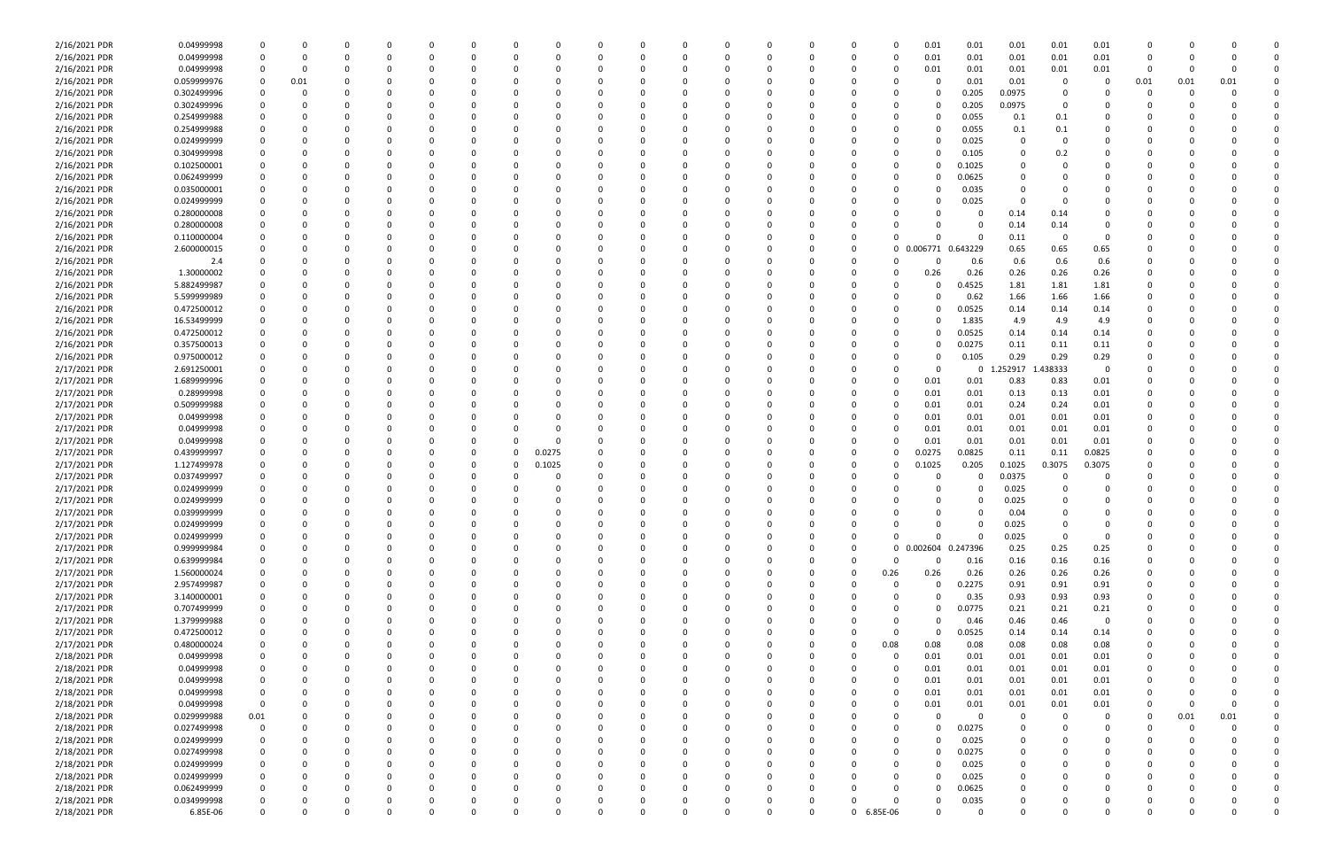| | | | | | | | | | | | | | | | | | | | | | | | | | | | |
|---|---|---|---|---|---|---|---|---|---|---|---|---|---|---|---|---|---|---|---|---|---|---|---|---|---|---|---|
| 2/16/2021 | PDR | 0.04999998 | 0 | 0 | 0 | 0 | 0 | 0 | 0 | 0 | 0 | 0 | 0 | 0 | 0 | 0 | 0 | 0 | 0.01 | 0.01 | 0.01 | 0.01 | 0.01 | 0 | 0 | 0 | 0 |
| 2/16/2021 | PDR | 0.04999998 | 0 | 0 | 0 | 0 | 0 | 0 | 0 | 0 | 0 | 0 | 0 | 0 | 0 | 0 | 0 | 0 | 0.01 | 0.01 | 0.01 | 0.01 | 0.01 | 0 | 0 | 0 | 0 |
| 2/16/2021 | PDR | 0.04999998 | 0 | 0 | 0 | 0 | 0 | 0 | 0 | 0 | 0 | 0 | 0 | 0 | 0 | 0 | 0 | 0 | 0.01 | 0.01 | 0.01 | 0.01 | 0.01 | 0 | 0 | 0 | 0 |
| 2/16/2021 | PDR | 0.059999976 | 0 | 0.01 | 0 | 0 | 0 | 0 | 0 | 0 | 0 | 0 | 0 | 0 | 0 | 0 | 0 | 0 | 0 | 0.01 | 0.01 | 0 | 0 | 0.01 | 0.01 | 0.01 | 0 |
| 2/16/2021 | PDR | 0.302499996 | 0 | 0 | 0 | 0 | 0 | 0 | 0 | 0 | 0 | 0 | 0 | 0 | 0 | 0 | 0 | 0 | 0 | 0.205 | 0.0975 | 0 | 0 | 0 | 0 | 0 | 0 |
| 2/16/2021 | PDR | 0.302499996 | 0 | 0 | 0 | 0 | 0 | 0 | 0 | 0 | 0 | 0 | 0 | 0 | 0 | 0 | 0 | 0 | 0 | 0.205 | 0.0975 | 0 | 0 | 0 | 0 | 0 | 0 |
| 2/16/2021 | PDR | 0.254999988 | 0 | 0 | 0 | 0 | 0 | 0 | 0 | 0 | 0 | 0 | 0 | 0 | 0 | 0 | 0 | 0 | 0 | 0.055 | 0.1 | 0.1 | 0 | 0 | 0 | 0 | 0 |
| 2/16/2021 | PDR | 0.254999988 | 0 | 0 | 0 | 0 | 0 | 0 | 0 | 0 | 0 | 0 | 0 | 0 | 0 | 0 | 0 | 0 | 0 | 0.055 | 0.1 | 0.1 | 0 | 0 | 0 | 0 | 0 |
| 2/16/2021 | PDR | 0.024999999 | 0 | 0 | 0 | 0 | 0 | 0 | 0 | 0 | 0 | 0 | 0 | 0 | 0 | 0 | 0 | 0 | 0 | 0.025 | 0 | 0 | 0 | 0 | 0 | 0 | 0 |
| 2/16/2021 | PDR | 0.304999998 | 0 | 0 | 0 | 0 | 0 | 0 | 0 | 0 | 0 | 0 | 0 | 0 | 0 | 0 | 0 | 0 | 0 | 0.105 | 0 | 0.2 | 0 | 0 | 0 | 0 | 0 |
| 2/16/2021 | PDR | 0.102500001 | 0 | 0 | 0 | 0 | 0 | 0 | 0 | 0 | 0 | 0 | 0 | 0 | 0 | 0 | 0 | 0 | 0 | 0.1025 | 0 | 0 | 0 | 0 | 0 | 0 | 0 |
| 2/16/2021 | PDR | 0.062499999 | 0 | 0 | 0 | 0 | 0 | 0 | 0 | 0 | 0 | 0 | 0 | 0 | 0 | 0 | 0 | 0 | 0 | 0.0625 | 0 | 0 | 0 | 0 | 0 | 0 | 0 |
| 2/16/2021 | PDR | 0.035000001 | 0 | 0 | 0 | 0 | 0 | 0 | 0 | 0 | 0 | 0 | 0 | 0 | 0 | 0 | 0 | 0 | 0 | 0.035 | 0 | 0 | 0 | 0 | 0 | 0 | 0 |
| 2/16/2021 | PDR | 0.024999999 | 0 | 0 | 0 | 0 | 0 | 0 | 0 | 0 | 0 | 0 | 0 | 0 | 0 | 0 | 0 | 0 | 0 | 0.025 | 0 | 0 | 0 | 0 | 0 | 0 | 0 |
| 2/16/2021 | PDR | 0.280000008 | 0 | 0 | 0 | 0 | 0 | 0 | 0 | 0 | 0 | 0 | 0 | 0 | 0 | 0 | 0 | 0 | 0 | 0 | 0.14 | 0.14 | 0 | 0 | 0 | 0 | 0 |
| 2/16/2021 | PDR | 0.280000008 | 0 | 0 | 0 | 0 | 0 | 0 | 0 | 0 | 0 | 0 | 0 | 0 | 0 | 0 | 0 | 0 | 0 | 0 | 0.14 | 0.14 | 0 | 0 | 0 | 0 | 0 |
| 2/16/2021 | PDR | 0.110000004 | 0 | 0 | 0 | 0 | 0 | 0 | 0 | 0 | 0 | 0 | 0 | 0 | 0 | 0 | 0 | 0 | 0 | 0 | 0.11 | 0 | 0 | 0 | 0 | 0 | 0 |
| 2/16/2021 | PDR | 2.600000015 | 0 | 0 | 0 | 0 | 0 | 0 | 0 | 0 | 0 | 0 | 0 | 0 | 0 | 0 | 0 | 0 | 0.006771 | 0.643229 | 0.65 | 0.65 | 0.65 | 0 | 0 | 0 | 0 |
| 2/16/2021 | PDR | 2.4 | 0 | 0 | 0 | 0 | 0 | 0 | 0 | 0 | 0 | 0 | 0 | 0 | 0 | 0 | 0 | 0 | 0 | 0.6 | 0.6 | 0.6 | 0.6 | 0 | 0 | 0 | 0 |
| 2/16/2021 | PDR | 1.30000002 | 0 | 0 | 0 | 0 | 0 | 0 | 0 | 0 | 0 | 0 | 0 | 0 | 0 | 0 | 0 | 0 | 0.26 | 0.26 | 0.26 | 0.26 | 0.26 | 0 | 0 | 0 | 0 |
| 2/16/2021 | PDR | 5.882499987 | 0 | 0 | 0 | 0 | 0 | 0 | 0 | 0 | 0 | 0 | 0 | 0 | 0 | 0 | 0 | 0 | 0 | 0.4525 | 1.81 | 1.81 | 1.81 | 0 | 0 | 0 | 0 |
| 2/16/2021 | PDR | 5.599999989 | 0 | 0 | 0 | 0 | 0 | 0 | 0 | 0 | 0 | 0 | 0 | 0 | 0 | 0 | 0 | 0 | 0 | 0.62 | 1.66 | 1.66 | 1.66 | 0 | 0 | 0 | 0 |
| 2/16/2021 | PDR | 0.472500012 | 0 | 0 | 0 | 0 | 0 | 0 | 0 | 0 | 0 | 0 | 0 | 0 | 0 | 0 | 0 | 0 | 0 | 0.0525 | 0.14 | 0.14 | 0.14 | 0 | 0 | 0 | 0 |
| 2/16/2021 | PDR | 16.53499999 | 0 | 0 | 0 | 0 | 0 | 0 | 0 | 0 | 0 | 0 | 0 | 0 | 0 | 0 | 0 | 0 | 0 | 1.835 | 4.9 | 4.9 | 4.9 | 0 | 0 | 0 | 0 |
| 2/16/2021 | PDR | 0.472500012 | 0 | 0 | 0 | 0 | 0 | 0 | 0 | 0 | 0 | 0 | 0 | 0 | 0 | 0 | 0 | 0 | 0 | 0.0525 | 0.14 | 0.14 | 0.14 | 0 | 0 | 0 | 0 |
| 2/16/2021 | PDR | 0.357500013 | 0 | 0 | 0 | 0 | 0 | 0 | 0 | 0 | 0 | 0 | 0 | 0 | 0 | 0 | 0 | 0 | 0 | 0.0275 | 0.11 | 0.11 | 0.11 | 0 | 0 | 0 | 0 |
| 2/16/2021 | PDR | 0.975000012 | 0 | 0 | 0 | 0 | 0 | 0 | 0 | 0 | 0 | 0 | 0 | 0 | 0 | 0 | 0 | 0 | 0 | 0.105 | 0.29 | 0.29 | 0.29 | 0 | 0 | 0 | 0 |
| 2/17/2021 | PDR | 2.691250001 | 0 | 0 | 0 | 0 | 0 | 0 | 0 | 0 | 0 | 0 | 0 | 0 | 0 | 0 | 0 | 0 | 0 | 0 | 1.252917 | 1.438333 | 0 | 0 | 0 | 0 | 0 |
| 2/17/2021 | PDR | 1.689999996 | 0 | 0 | 0 | 0 | 0 | 0 | 0 | 0 | 0 | 0 | 0 | 0 | 0 | 0 | 0 | 0 | 0.01 | 0.01 | 0.83 | 0.83 | 0.01 | 0 | 0 | 0 | 0 |
| 2/17/2021 | PDR | 0.28999998 | 0 | 0 | 0 | 0 | 0 | 0 | 0 | 0 | 0 | 0 | 0 | 0 | 0 | 0 | 0 | 0 | 0.01 | 0.01 | 0.13 | 0.13 | 0.01 | 0 | 0 | 0 | 0 |
| 2/17/2021 | PDR | 0.509999988 | 0 | 0 | 0 | 0 | 0 | 0 | 0 | 0 | 0 | 0 | 0 | 0 | 0 | 0 | 0 | 0 | 0.01 | 0.01 | 0.24 | 0.24 | 0.01 | 0 | 0 | 0 | 0 |
| 2/17/2021 | PDR | 0.04999998 | 0 | 0 | 0 | 0 | 0 | 0 | 0 | 0 | 0 | 0 | 0 | 0 | 0 | 0 | 0 | 0 | 0.01 | 0.01 | 0.01 | 0.01 | 0.01 | 0 | 0 | 0 | 0 |
| 2/17/2021 | PDR | 0.04999998 | 0 | 0 | 0 | 0 | 0 | 0 | 0 | 0 | 0 | 0 | 0 | 0 | 0 | 0 | 0 | 0 | 0.01 | 0.01 | 0.01 | 0.01 | 0.01 | 0 | 0 | 0 | 0 |
| 2/17/2021 | PDR | 0.04999998 | 0 | 0 | 0 | 0 | 0 | 0 | 0 | 0 | 0 | 0 | 0 | 0 | 0 | 0 | 0 | 0 | 0.01 | 0.01 | 0.01 | 0.01 | 0.01 | 0 | 0 | 0 | 0 |
| 2/17/2021 | PDR | 0.439999997 | 0 | 0 | 0 | 0 | 0 | 0 | 0 | 0.0275 | 0 | 0 | 0 | 0 | 0 | 0 | 0 | 0 | 0.0275 | 0.0825 | 0.11 | 0.11 | 0.0825 | 0 | 0 | 0 | 0 |
| 2/17/2021 | PDR | 1.127499978 | 0 | 0 | 0 | 0 | 0 | 0 | 0 | 0.1025 | 0 | 0 | 0 | 0 | 0 | 0 | 0 | 0 | 0.1025 | 0.205 | 0.1025 | 0.3075 | 0.3075 | 0 | 0 | 0 | 0 |
| 2/17/2021 | PDR | 0.037499997 | 0 | 0 | 0 | 0 | 0 | 0 | 0 | 0 | 0 | 0 | 0 | 0 | 0 | 0 | 0 | 0 | 0 | 0 | 0.0375 | 0 | 0 | 0 | 0 | 0 | 0 |
| 2/17/2021 | PDR | 0.024999999 | 0 | 0 | 0 | 0 | 0 | 0 | 0 | 0 | 0 | 0 | 0 | 0 | 0 | 0 | 0 | 0 | 0 | 0 | 0.025 | 0 | 0 | 0 | 0 | 0 | 0 |
| 2/17/2021 | PDR | 0.024999999 | 0 | 0 | 0 | 0 | 0 | 0 | 0 | 0 | 0 | 0 | 0 | 0 | 0 | 0 | 0 | 0 | 0 | 0 | 0.025 | 0 | 0 | 0 | 0 | 0 | 0 |
| 2/17/2021 | PDR | 0.039999999 | 0 | 0 | 0 | 0 | 0 | 0 | 0 | 0 | 0 | 0 | 0 | 0 | 0 | 0 | 0 | 0 | 0 | 0 | 0.04 | 0 | 0 | 0 | 0 | 0 | 0 |
| 2/17/2021 | PDR | 0.024999999 | 0 | 0 | 0 | 0 | 0 | 0 | 0 | 0 | 0 | 0 | 0 | 0 | 0 | 0 | 0 | 0 | 0 | 0 | 0.025 | 0 | 0 | 0 | 0 | 0 | 0 |
| 2/17/2021 | PDR | 0.024999999 | 0 | 0 | 0 | 0 | 0 | 0 | 0 | 0 | 0 | 0 | 0 | 0 | 0 | 0 | 0 | 0 | 0 | 0 | 0.025 | 0 | 0 | 0 | 0 | 0 | 0 |
| 2/17/2021 | PDR | 0.999999984 | 0 | 0 | 0 | 0 | 0 | 0 | 0 | 0 | 0 | 0 | 0 | 0 | 0 | 0 | 0 | 0 | 0.002604 | 0.247396 | 0.25 | 0.25 | 0.25 | 0 | 0 | 0 | 0 |
| 2/17/2021 | PDR | 0.639999984 | 0 | 0 | 0 | 0 | 0 | 0 | 0 | 0 | 0 | 0 | 0 | 0 | 0 | 0 | 0 | 0 | 0 | 0.16 | 0.16 | 0.16 | 0.16 | 0 | 0 | 0 | 0 |
| 2/17/2021 | PDR | 1.560000024 | 0 | 0 | 0 | 0 | 0 | 0 | 0 | 0 | 0 | 0 | 0 | 0 | 0 | 0 | 0 | 0.26 | 0.26 | 0.26 | 0.26 | 0.26 | 0.26 | 0 | 0 | 0 | 0 |
| 2/17/2021 | PDR | 2.957499987 | 0 | 0 | 0 | 0 | 0 | 0 | 0 | 0 | 0 | 0 | 0 | 0 | 0 | 0 | 0 | 0 | 0 | 0.2275 | 0.91 | 0.91 | 0.91 | 0 | 0 | 0 | 0 |
| 2/17/2021 | PDR | 3.140000001 | 0 | 0 | 0 | 0 | 0 | 0 | 0 | 0 | 0 | 0 | 0 | 0 | 0 | 0 | 0 | 0 | 0 | 0.35 | 0.93 | 0.93 | 0.93 | 0 | 0 | 0 | 0 |
| 2/17/2021 | PDR | 0.707499999 | 0 | 0 | 0 | 0 | 0 | 0 | 0 | 0 | 0 | 0 | 0 | 0 | 0 | 0 | 0 | 0 | 0 | 0.0775 | 0.21 | 0.21 | 0.21 | 0 | 0 | 0 | 0 |
| 2/17/2021 | PDR | 1.379999988 | 0 | 0 | 0 | 0 | 0 | 0 | 0 | 0 | 0 | 0 | 0 | 0 | 0 | 0 | 0 | 0 | 0 | 0.46 | 0.46 | 0.46 | 0 | 0 | 0 | 0 | 0 |
| 2/17/2021 | PDR | 0.472500012 | 0 | 0 | 0 | 0 | 0 | 0 | 0 | 0 | 0 | 0 | 0 | 0 | 0 | 0 | 0 | 0 | 0 | 0.0525 | 0.14 | 0.14 | 0.14 | 0 | 0 | 0 | 0 |
| 2/17/2021 | PDR | 0.480000024 | 0 | 0 | 0 | 0 | 0 | 0 | 0 | 0 | 0 | 0 | 0 | 0 | 0 | 0 | 0 | 0.08 | 0.08 | 0.08 | 0.08 | 0.08 | 0.08 | 0 | 0 | 0 | 0 |
| 2/18/2021 | PDR | 0.04999998 | 0 | 0 | 0 | 0 | 0 | 0 | 0 | 0 | 0 | 0 | 0 | 0 | 0 | 0 | 0 | 0 | 0.01 | 0.01 | 0.01 | 0.01 | 0.01 | 0 | 0 | 0 | 0 |
| 2/18/2021 | PDR | 0.04999998 | 0 | 0 | 0 | 0 | 0 | 0 | 0 | 0 | 0 | 0 | 0 | 0 | 0 | 0 | 0 | 0 | 0.01 | 0.01 | 0.01 | 0.01 | 0.01 | 0 | 0 | 0 | 0 |
| 2/18/2021 | PDR | 0.04999998 | 0 | 0 | 0 | 0 | 0 | 0 | 0 | 0 | 0 | 0 | 0 | 0 | 0 | 0 | 0 | 0 | 0.01 | 0.01 | 0.01 | 0.01 | 0.01 | 0 | 0 | 0 | 0 |
| 2/18/2021 | PDR | 0.04999998 | 0 | 0 | 0 | 0 | 0 | 0 | 0 | 0 | 0 | 0 | 0 | 0 | 0 | 0 | 0 | 0 | 0.01 | 0.01 | 0.01 | 0.01 | 0.01 | 0 | 0 | 0 | 0 |
| 2/18/2021 | PDR | 0.04999998 | 0 | 0 | 0 | 0 | 0 | 0 | 0 | 0 | 0 | 0 | 0 | 0 | 0 | 0 | 0 | 0 | 0.01 | 0.01 | 0.01 | 0.01 | 0.01 | 0 | 0 | 0 | 0 |
| 2/18/2021 | PDR | 0.029999988 | 0.01 | 0 | 0 | 0 | 0 | 0 | 0 | 0 | 0 | 0 | 0 | 0 | 0 | 0 | 0 | 0 | 0 | 0 | 0 | 0 | 0 | 0 | 0.01 | 0.01 | 0 |
| 2/18/2021 | PDR | 0.027499998 | 0 | 0 | 0 | 0 | 0 | 0 | 0 | 0 | 0 | 0 | 0 | 0 | 0 | 0 | 0 | 0 | 0 | 0.0275 | 0 | 0 | 0 | 0 | 0 | 0 | 0 |
| 2/18/2021 | PDR | 0.024999999 | 0 | 0 | 0 | 0 | 0 | 0 | 0 | 0 | 0 | 0 | 0 | 0 | 0 | 0 | 0 | 0 | 0 | 0.025 | 0 | 0 | 0 | 0 | 0 | 0 | 0 |
| 2/18/2021 | PDR | 0.027499998 | 0 | 0 | 0 | 0 | 0 | 0 | 0 | 0 | 0 | 0 | 0 | 0 | 0 | 0 | 0 | 0 | 0 | 0.0275 | 0 | 0 | 0 | 0 | 0 | 0 | 0 |
| 2/18/2021 | PDR | 0.024999999 | 0 | 0 | 0 | 0 | 0 | 0 | 0 | 0 | 0 | 0 | 0 | 0 | 0 | 0 | 0 | 0 | 0 | 0.025 | 0 | 0 | 0 | 0 | 0 | 0 | 0 |
| 2/18/2021 | PDR | 0.024999999 | 0 | 0 | 0 | 0 | 0 | 0 | 0 | 0 | 0 | 0 | 0 | 0 | 0 | 0 | 0 | 0 | 0 | 0.025 | 0 | 0 | 0 | 0 | 0 | 0 | 0 |
| 2/18/2021 | PDR | 0.062499999 | 0 | 0 | 0 | 0 | 0 | 0 | 0 | 0 | 0 | 0 | 0 | 0 | 0 | 0 | 0 | 0 | 0 | 0.0625 | 0 | 0 | 0 | 0 | 0 | 0 | 0 |
| 2/18/2021 | PDR | 0.034999998 | 0 | 0 | 0 | 0 | 0 | 0 | 0 | 0 | 0 | 0 | 0 | 0 | 0 | 0 | 0 | 0 | 0 | 0.035 | 0 | 0 | 0 | 0 | 0 | 0 | 0 |
| 2/18/2021 | PDR | 6.85E-06 | 0 | 0 | 0 | 0 | 0 | 0 | 0 | 0 | 0 | 0 | 0 | 0 | 0 | 0 | 0 | 0 | 6.85E-06 | 0 | 0 | 0 | 0 | 0 | 0 | 0 | 0 |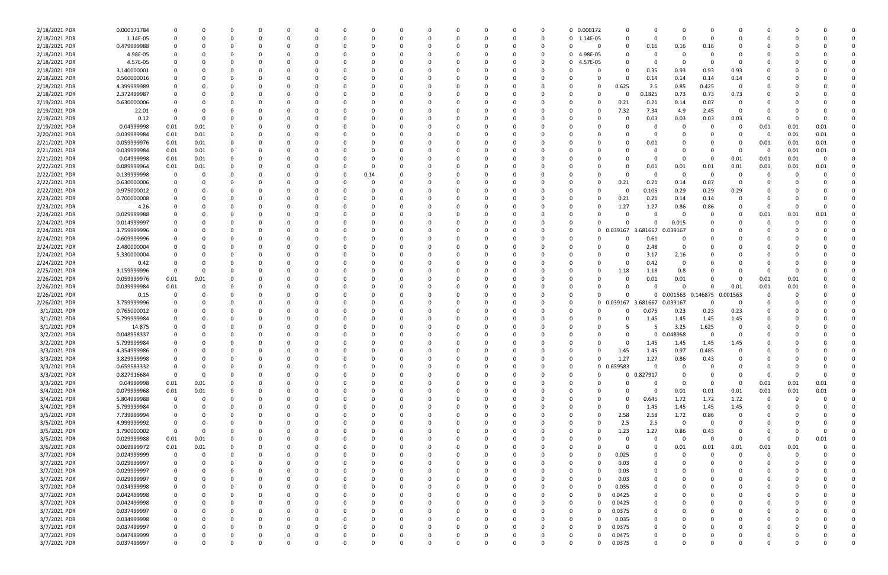| | | | | | | | | | | | | | | | | | | | | | | | | | | |
|---|---|---|---|---|---|---|---|---|---|---|---|---|---|---|---|---|---|---|---|---|---|---|---|---|---|---|
| 2/18/2021 PDR | 0.000171784 | 0 | 0 | 0 | 0 | 0 | 0 | 0 | 0 | 0 | 0 | 0 | 0 | 0 | 0 | 0 | 0.000172 | 0 | 0 | 0 | 0 | 0 | 0 | 0 | 0 | 0 |
| 2/18/2021 PDR | 1.14E-05 | 0 | 0 | 0 | 0 | 0 | 0 | 0 | 0 | 0 | 0 | 0 | 0 | 0 | 0 | 0 | 1.14E-05 | 0 | 0 | 0 | 0 | 0 | 0 | 0 | 0 | 0 |
| 2/18/2021 PDR | 0.479999988 | 0 | 0 | 0 | 0 | 0 | 0 | 0 | 0 | 0 | 0 | 0 | 0 | 0 | 0 | 0 | 0 | 0 | 0.16 | 0.16 | 0.16 | 0 | 0 | 0 | 0 | 0 |
| 2/18/2021 PDR | 4.98E-05 | 0 | 0 | 0 | 0 | 0 | 0 | 0 | 0 | 0 | 0 | 0 | 0 | 0 | 0 | 0 | 4.98E-05 | 0 | 0 | 0 | 0 | 0 | 0 | 0 | 0 | 0 |
| 2/18/2021 PDR | 4.57E-05 | 0 | 0 | 0 | 0 | 0 | 0 | 0 | 0 | 0 | 0 | 0 | 0 | 0 | 0 | 0 | 4.57E-05 | 0 | 0 | 0 | 0 | 0 | 0 | 0 | 0 | 0 |
| 2/18/2021 PDR | 3.140000001 | 0 | 0 | 0 | 0 | 0 | 0 | 0 | 0 | 0 | 0 | 0 | 0 | 0 | 0 | 0 | 0 | 0 | 0.35 | 0.93 | 0.93 | 0.93 | 0 | 0 | 0 | 0 |
| 2/18/2021 PDR | 0.560000016 | 0 | 0 | 0 | 0 | 0 | 0 | 0 | 0 | 0 | 0 | 0 | 0 | 0 | 0 | 0 | 0 | 0 | 0.14 | 0.14 | 0.14 | 0.14 | 0 | 0 | 0 | 0 |
| 2/18/2021 PDR | 4.399999989 | 0 | 0 | 0 | 0 | 0 | 0 | 0 | 0 | 0 | 0 | 0 | 0 | 0 | 0 | 0 | 0 | 0.625 | 2.5 | 0.85 | 0.425 | 0 | 0 | 0 | 0 | 0 |
| 2/18/2021 PDR | 2.372499987 | 0 | 0 | 0 | 0 | 0 | 0 | 0 | 0 | 0 | 0 | 0 | 0 | 0 | 0 | 0 | 0 | 0 | 0.1825 | 0.73 | 0.73 | 0.73 | 0 | 0 | 0 | 0 |
| 2/19/2021 PDR | 0.630000006 | 0 | 0 | 0 | 0 | 0 | 0 | 0 | 0 | 0 | 0 | 0 | 0 | 0 | 0 | 0 | 0 | 0.21 | 0.21 | 0.14 | 0.07 | 0 | 0 | 0 | 0 | 0 |
| 2/19/2021 PDR | 22.01 | 0 | 0 | 0 | 0 | 0 | 0 | 0 | 0 | 0 | 0 | 0 | 0 | 0 | 0 | 0 | 0 | 7.32 | 7.34 | 4.9 | 2.45 | 0 | 0 | 0 | 0 | 0 |
| 2/19/2021 PDR | 0.12 | 0 | 0 | 0 | 0 | 0 | 0 | 0 | 0 | 0 | 0 | 0 | 0 | 0 | 0 | 0 | 0 | 0 | 0.03 | 0.03 | 0.03 | 0.03 | 0 | 0 | 0 | 0 |
| 2/19/2021 PDR | 0.04999998 | 0.01 | 0.01 | 0 | 0 | 0 | 0 | 0 | 0 | 0 | 0 | 0 | 0 | 0 | 0 | 0 | 0 | 0 | 0 | 0 | 0 | 0 | 0.01 | 0.01 | 0.01 | 0 |
| 2/20/2021 PDR | 0.039999984 | 0.01 | 0.01 | 0 | 0 | 0 | 0 | 0 | 0 | 0 | 0 | 0 | 0 | 0 | 0 | 0 | 0 | 0 | 0 | 0 | 0 | 0 | 0 | 0.01 | 0.01 | 0 |
| 2/21/2021 PDR | 0.059999976 | 0.01 | 0.01 | 0 | 0 | 0 | 0 | 0 | 0 | 0 | 0 | 0 | 0 | 0 | 0 | 0 | 0 | 0 | 0.01 | 0 | 0 | 0 | 0.01 | 0.01 | 0.01 | 0 |
| 2/21/2021 PDR | 0.039999984 | 0.01 | 0.01 | 0 | 0 | 0 | 0 | 0 | 0 | 0 | 0 | 0 | 0 | 0 | 0 | 0 | 0 | 0 | 0 | 0 | 0 | 0 | 0 | 0.01 | 0.01 | 0 |
| 2/21/2021 PDR | 0.04999998 | 0.01 | 0.01 | 0 | 0 | 0 | 0 | 0 | 0 | 0 | 0 | 0 | 0 | 0 | 0 | 0 | 0 | 0 | 0 | 0 | 0 | 0.01 | 0.01 | 0.01 | 0 | 0 |
| 2/22/2021 PDR | 0.089999964 | 0.01 | 0.01 | 0 | 0 | 0 | 0 | 0 | 0 | 0 | 0 | 0 | 0 | 0 | 0 | 0 | 0 | 0 | 0.01 | 0.01 | 0.01 | 0.01 | 0.01 | 0.01 | 0.01 | 0 |
| 2/22/2021 PDR | 0.139999998 | 0 | 0 | 0 | 0 | 0 | 0 | 0 | 0.14 | 0 | 0 | 0 | 0 | 0 | 0 | 0 | 0 | 0 | 0 | 0 | 0 | 0 | 0 | 0 | 0 | 0 |
| 2/22/2021 PDR | 0.630000006 | 0 | 0 | 0 | 0 | 0 | 0 | 0 | 0 | 0 | 0 | 0 | 0 | 0 | 0 | 0 | 0 | 0.21 | 0.21 | 0.14 | 0.07 | 0 | 0 | 0 | 0 | 0 |
| 2/22/2021 PDR | 0.975000012 | 0 | 0 | 0 | 0 | 0 | 0 | 0 | 0 | 0 | 0 | 0 | 0 | 0 | 0 | 0 | 0 | 0 | 0.105 | 0.29 | 0.29 | 0.29 | 0 | 0 | 0 | 0 |
| 2/23/2021 PDR | 0.700000008 | 0 | 0 | 0 | 0 | 0 | 0 | 0 | 0 | 0 | 0 | 0 | 0 | 0 | 0 | 0 | 0 | 0.21 | 0.21 | 0.14 | 0.14 | 0 | 0 | 0 | 0 | 0 |
| 2/23/2021 PDR | 4.26 | 0 | 0 | 0 | 0 | 0 | 0 | 0 | 0 | 0 | 0 | 0 | 0 | 0 | 0 | 0 | 0 | 1.27 | 1.27 | 0.86 | 0.86 | 0 | 0 | 0 | 0 | 0 |
| 2/24/2021 PDR | 0.029999988 | 0 | 0 | 0 | 0 | 0 | 0 | 0 | 0 | 0 | 0 | 0 | 0 | 0 | 0 | 0 | 0 | 0 | 0 | 0 | 0 | 0 | 0.01 | 0.01 | 0.01 | 0 |
| 2/24/2021 PDR | 0.014999997 | 0 | 0 | 0 | 0 | 0 | 0 | 0 | 0 | 0 | 0 | 0 | 0 | 0 | 0 | 0 | 0 | 0 | 0 | 0.015 | 0 | 0 | 0 | 0 | 0 | 0 |
| 2/24/2021 PDR | 3.759999996 | 0 | 0 | 0 | 0 | 0 | 0 | 0 | 0 | 0 | 0 | 0 | 0 | 0 | 0 | 0 | 0 | 0.039167 | 3.681667 | 0.039167 | 0 | 0 | 0 | 0 | 0 | 0 |
| 2/24/2021 PDR | 0.609999996 | 0 | 0 | 0 | 0 | 0 | 0 | 0 | 0 | 0 | 0 | 0 | 0 | 0 | 0 | 0 | 0 | 0 | 0.61 | 0 | 0 | 0 | 0 | 0 | 0 | 0 |
| 2/24/2021 PDR | 2.480000004 | 0 | 0 | 0 | 0 | 0 | 0 | 0 | 0 | 0 | 0 | 0 | 0 | 0 | 0 | 0 | 0 | 0 | 2.48 | 0 | 0 | 0 | 0 | 0 | 0 | 0 |
| 2/24/2021 PDR | 5.330000004 | 0 | 0 | 0 | 0 | 0 | 0 | 0 | 0 | 0 | 0 | 0 | 0 | 0 | 0 | 0 | 0 | 0 | 3.17 | 2.16 | 0 | 0 | 0 | 0 | 0 | 0 |
| 2/24/2021 PDR | 0.42 | 0 | 0 | 0 | 0 | 0 | 0 | 0 | 0 | 0 | 0 | 0 | 0 | 0 | 0 | 0 | 0 | 0 | 0.42 | 0 | 0 | 0 | 0 | 0 | 0 | 0 |
| 2/25/2021 PDR | 3.159999996 | 0 | 0 | 0 | 0 | 0 | 0 | 0 | 0 | 0 | 0 | 0 | 0 | 0 | 0 | 0 | 0 | 1.18 | 1.18 | 0.8 | 0 | 0 | 0 | 0 | 0 | 0 |
| 2/26/2021 PDR | 0.059999976 | 0.01 | 0.01 | 0 | 0 | 0 | 0 | 0 | 0 | 0 | 0 | 0 | 0 | 0 | 0 | 0 | 0 | 0 | 0.01 | 0.01 | 0 | 0 | 0.01 | 0.01 | 0 | 0 |
| 2/26/2021 PDR | 0.039999984 | 0.01 | 0 | 0 | 0 | 0 | 0 | 0 | 0 | 0 | 0 | 0 | 0 | 0 | 0 | 0 | 0 | 0 | 0 | 0 | 0 | 0.01 | 0.01 | 0.01 | 0 | 0 |
| 2/26/2021 PDR | 0.15 | 0 | 0 | 0 | 0 | 0 | 0 | 0 | 0 | 0 | 0 | 0 | 0 | 0 | 0 | 0 | 0 | 0 | 0 | 0.001563 | 0.146875 | 0.001563 | 0 | 0 | 0 | 0 |
| 2/26/2021 PDR | 3.759999996 | 0 | 0 | 0 | 0 | 0 | 0 | 0 | 0 | 0 | 0 | 0 | 0 | 0 | 0 | 0 | 0 | 0.039167 | 3.681667 | 0.039167 | 0 | 0 | 0 | 0 | 0 | 0 |
| 3/1/2021 PDR | 0.765000012 | 0 | 0 | 0 | 0 | 0 | 0 | 0 | 0 | 0 | 0 | 0 | 0 | 0 | 0 | 0 | 0 | 0 | 0.075 | 0.23 | 0.23 | 0.23 | 0 | 0 | 0 | 0 |
| 3/1/2021 PDR | 5.799999984 | 0 | 0 | 0 | 0 | 0 | 0 | 0 | 0 | 0 | 0 | 0 | 0 | 0 | 0 | 0 | 0 | 0 | 1.45 | 1.45 | 1.45 | 1.45 | 0 | 0 | 0 | 0 |
| 3/1/2021 PDR | 14.875 | 0 | 0 | 0 | 0 | 0 | 0 | 0 | 0 | 0 | 0 | 0 | 0 | 0 | 0 | 0 | 0 | 5 | 5 | 3.25 | 1.625 | 0 | 0 | 0 | 0 | 0 |
| 3/2/2021 PDR | 0.048958337 | 0 | 0 | 0 | 0 | 0 | 0 | 0 | 0 | 0 | 0 | 0 | 0 | 0 | 0 | 0 | 0 | 0 | 0 | 0.048958 | 0 | 0 | 0 | 0 | 0 | 0 |
| 3/2/2021 PDR | 5.799999984 | 0 | 0 | 0 | 0 | 0 | 0 | 0 | 0 | 0 | 0 | 0 | 0 | 0 | 0 | 0 | 0 | 0 | 1.45 | 1.45 | 1.45 | 1.45 | 0 | 0 | 0 | 0 |
| 3/3/2021 PDR | 4.354999986 | 0 | 0 | 0 | 0 | 0 | 0 | 0 | 0 | 0 | 0 | 0 | 0 | 0 | 0 | 0 | 0 | 1.45 | 1.45 | 0.97 | 0.485 | 0 | 0 | 0 | 0 | 0 |
| 3/3/2021 PDR | 3.829999998 | 0 | 0 | 0 | 0 | 0 | 0 | 0 | 0 | 0 | 0 | 0 | 0 | 0 | 0 | 0 | 0 | 1.27 | 1.27 | 0.86 | 0.43 | 0 | 0 | 0 | 0 | 0 |
| 3/3/2021 PDR | 0.659583332 | 0 | 0 | 0 | 0 | 0 | 0 | 0 | 0 | 0 | 0 | 0 | 0 | 0 | 0 | 0 | 0 | 0.659583 | 0 | 0 | 0 | 0 | 0 | 0 | 0 | 0 |
| 3/3/2021 PDR | 0.827916684 | 0 | 0 | 0 | 0 | 0 | 0 | 0 | 0 | 0 | 0 | 0 | 0 | 0 | 0 | 0 | 0 | 0 | 0.827917 | 0 | 0 | 0 | 0 | 0 | 0 | 0 |
| 3/3/2021 PDR | 0.04999998 | 0.01 | 0.01 | 0 | 0 | 0 | 0 | 0 | 0 | 0 | 0 | 0 | 0 | 0 | 0 | 0 | 0 | 0 | 0 | 0 | 0 | 0 | 0.01 | 0.01 | 0.01 | 0 |
| 3/4/2021 PDR | 0.079999968 | 0.01 | 0.01 | 0 | 0 | 0 | 0 | 0 | 0 | 0 | 0 | 0 | 0 | 0 | 0 | 0 | 0 | 0 | 0 | 0.01 | 0.01 | 0.01 | 0.01 | 0.01 | 0.01 | 0 |
| 3/4/2021 PDR | 5.804999988 | 0 | 0 | 0 | 0 | 0 | 0 | 0 | 0 | 0 | 0 | 0 | 0 | 0 | 0 | 0 | 0 | 0 | 0.645 | 1.72 | 1.72 | 1.72 | 0 | 0 | 0 | 0 |
| 3/4/2021 PDR | 5.799999984 | 0 | 0 | 0 | 0 | 0 | 0 | 0 | 0 | 0 | 0 | 0 | 0 | 0 | 0 | 0 | 0 | 0 | 1.45 | 1.45 | 1.45 | 1.45 | 0 | 0 | 0 | 0 |
| 3/5/2021 PDR | 7.739999994 | 0 | 0 | 0 | 0 | 0 | 0 | 0 | 0 | 0 | 0 | 0 | 0 | 0 | 0 | 0 | 0 | 2.58 | 2.58 | 1.72 | 0.86 | 0 | 0 | 0 | 0 | 0 |
| 3/5/2021 PDR | 4.999999992 | 0 | 0 | 0 | 0 | 0 | 0 | 0 | 0 | 0 | 0 | 0 | 0 | 0 | 0 | 0 | 0 | 2.5 | 2.5 | 0 | 0 | 0 | 0 | 0 | 0 | 0 |
| 3/5/2021 PDR | 3.790000002 | 0 | 0 | 0 | 0 | 0 | 0 | 0 | 0 | 0 | 0 | 0 | 0 | 0 | 0 | 0 | 0 | 1.23 | 1.27 | 0.86 | 0.43 | 0 | 0 | 0 | 0 | 0 |
| 3/5/2021 PDR | 0.029999988 | 0.01 | 0.01 | 0 | 0 | 0 | 0 | 0 | 0 | 0 | 0 | 0 | 0 | 0 | 0 | 0 | 0 | 0 | 0 | 0 | 0 | 0 | 0 | 0 | 0.01 | 0 |
| 3/6/2021 PDR | 0.069999972 | 0.01 | 0.01 | 0 | 0 | 0 | 0 | 0 | 0 | 0 | 0 | 0 | 0 | 0 | 0 | 0 | 0 | 0 | 0 | 0.01 | 0.01 | 0.01 | 0.01 | 0.01 | 0 | 0 |
| 3/7/2021 PDR | 0.024999999 | 0 | 0 | 0 | 0 | 0 | 0 | 0 | 0 | 0 | 0 | 0 | 0 | 0 | 0 | 0 | 0 | 0.025 | 0 | 0 | 0 | 0 | 0 | 0 | 0 | 0 |
| 3/7/2021 PDR | 0.029999997 | 0 | 0 | 0 | 0 | 0 | 0 | 0 | 0 | 0 | 0 | 0 | 0 | 0 | 0 | 0 | 0 | 0.03 | 0 | 0 | 0 | 0 | 0 | 0 | 0 | 0 |
| 3/7/2021 PDR | 0.029999997 | 0 | 0 | 0 | 0 | 0 | 0 | 0 | 0 | 0 | 0 | 0 | 0 | 0 | 0 | 0 | 0 | 0.03 | 0 | 0 | 0 | 0 | 0 | 0 | 0 | 0 |
| 3/7/2021 PDR | 0.029999997 | 0 | 0 | 0 | 0 | 0 | 0 | 0 | 0 | 0 | 0 | 0 | 0 | 0 | 0 | 0 | 0 | 0.03 | 0 | 0 | 0 | 0 | 0 | 0 | 0 | 0 |
| 3/7/2021 PDR | 0.034999998 | 0 | 0 | 0 | 0 | 0 | 0 | 0 | 0 | 0 | 0 | 0 | 0 | 0 | 0 | 0 | 0 | 0.035 | 0 | 0 | 0 | 0 | 0 | 0 | 0 | 0 |
| 3/7/2021 PDR | 0.042499998 | 0 | 0 | 0 | 0 | 0 | 0 | 0 | 0 | 0 | 0 | 0 | 0 | 0 | 0 | 0 | 0 | 0.0425 | 0 | 0 | 0 | 0 | 0 | 0 | 0 | 0 |
| 3/7/2021 PDR | 0.042499998 | 0 | 0 | 0 | 0 | 0 | 0 | 0 | 0 | 0 | 0 | 0 | 0 | 0 | 0 | 0 | 0 | 0.0425 | 0 | 0 | 0 | 0 | 0 | 0 | 0 | 0 |
| 3/7/2021 PDR | 0.037499997 | 0 | 0 | 0 | 0 | 0 | 0 | 0 | 0 | 0 | 0 | 0 | 0 | 0 | 0 | 0 | 0 | 0.0375 | 0 | 0 | 0 | 0 | 0 | 0 | 0 | 0 |
| 3/7/2021 PDR | 0.034999998 | 0 | 0 | 0 | 0 | 0 | 0 | 0 | 0 | 0 | 0 | 0 | 0 | 0 | 0 | 0 | 0 | 0.035 | 0 | 0 | 0 | 0 | 0 | 0 | 0 | 0 |
| 3/7/2021 PDR | 0.037499997 | 0 | 0 | 0 | 0 | 0 | 0 | 0 | 0 | 0 | 0 | 0 | 0 | 0 | 0 | 0 | 0 | 0.0375 | 0 | 0 | 0 | 0 | 0 | 0 | 0 | 0 |
| 3/7/2021 PDR | 0.047499999 | 0 | 0 | 0 | 0 | 0 | 0 | 0 | 0 | 0 | 0 | 0 | 0 | 0 | 0 | 0 | 0 | 0.0475 | 0 | 0 | 0 | 0 | 0 | 0 | 0 | 0 |
| 3/7/2021 PDR | 0.037499997 | 0 | 0 | 0 | 0 | 0 | 0 | 0 | 0 | 0 | 0 | 0 | 0 | 0 | 0 | 0 | 0 | 0.0375 | 0 | 0 | 0 | 0 | 0 | 0 | 0 | 0 |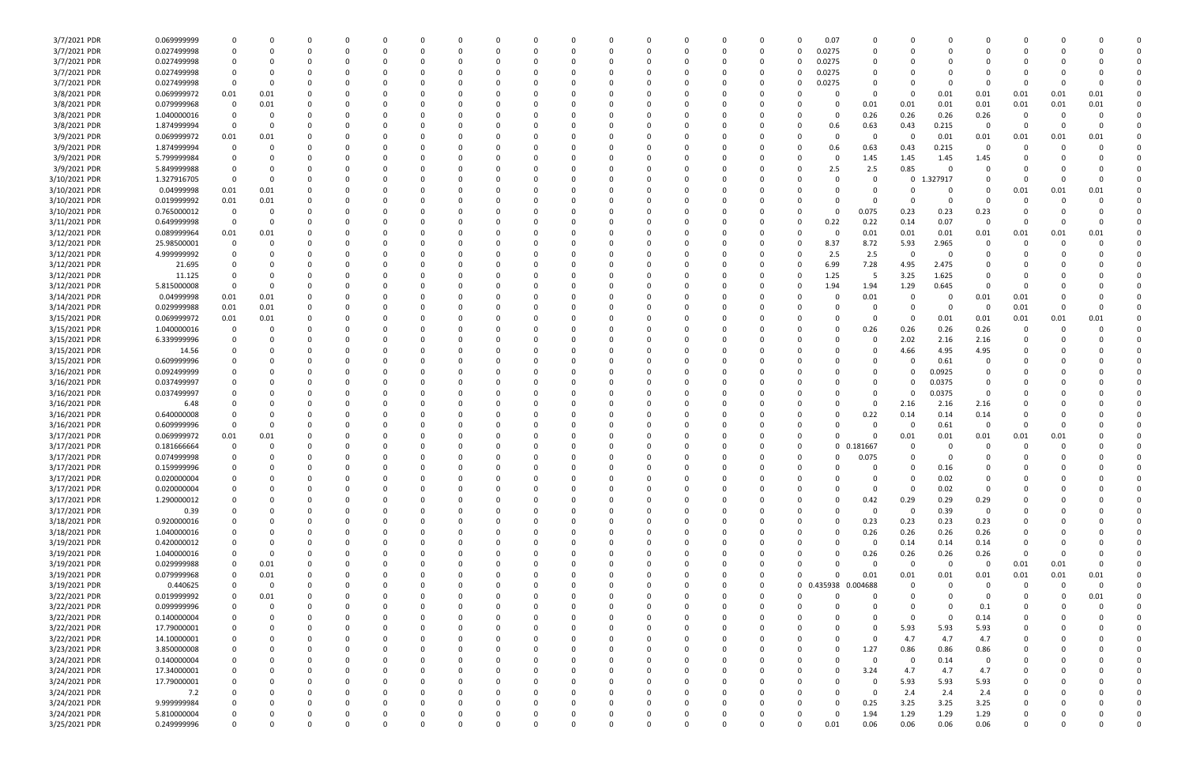| | | | | | | | | | | | | | | | | | | | | | | | | | | |
|---|---|---|---|---|---|---|---|---|---|---|---|---|---|---|---|---|---|---|---|---|---|---|---|---|---|---|
| 3/7/2021 PDR | 0.069999999 | 0 | 0 | 0 | 0 | 0 | 0 | 0 | 0 | 0 | 0 | 0 | 0 | 0 | 0 | 0 | 0 | 0.07 | 0 | 0 | 0 | 0 | 0 | 0 | 0 | 0 |
| 3/7/2021 PDR | 0.027499998 | 0 | 0 | 0 | 0 | 0 | 0 | 0 | 0 | 0 | 0 | 0 | 0 | 0 | 0 | 0 | 0 | 0.0275 | 0 | 0 | 0 | 0 | 0 | 0 | 0 | 0 |
| 3/7/2021 PDR | 0.027499998 | 0 | 0 | 0 | 0 | 0 | 0 | 0 | 0 | 0 | 0 | 0 | 0 | 0 | 0 | 0 | 0 | 0.0275 | 0 | 0 | 0 | 0 | 0 | 0 | 0 | 0 |
| 3/7/2021 PDR | 0.027499998 | 0 | 0 | 0 | 0 | 0 | 0 | 0 | 0 | 0 | 0 | 0 | 0 | 0 | 0 | 0 | 0 | 0.0275 | 0 | 0 | 0 | 0 | 0 | 0 | 0 | 0 |
| 3/7/2021 PDR | 0.027499998 | 0 | 0 | 0 | 0 | 0 | 0 | 0 | 0 | 0 | 0 | 0 | 0 | 0 | 0 | 0 | 0 | 0.0275 | 0 | 0 | 0 | 0 | 0 | 0 | 0 | 0 |
| 3/8/2021 PDR | 0.069999972 | 0.01 | 0.01 | 0 | 0 | 0 | 0 | 0 | 0 | 0 | 0 | 0 | 0 | 0 | 0 | 0 | 0 | 0 | 0 | 0 | 0.01 | 0.01 | 0.01 | 0.01 | 0.01 | 0 |
| 3/8/2021 PDR | 0.079999968 | 0 | 0.01 | 0 | 0 | 0 | 0 | 0 | 0 | 0 | 0 | 0 | 0 | 0 | 0 | 0 | 0 | 0 | 0.01 | 0.01 | 0.01 | 0.01 | 0.01 | 0.01 | 0.01 | 0 |
| 3/8/2021 PDR | 1.040000016 | 0 | 0 | 0 | 0 | 0 | 0 | 0 | 0 | 0 | 0 | 0 | 0 | 0 | 0 | 0 | 0 | 0 | 0.26 | 0.26 | 0.26 | 0.26 | 0 | 0 | 0 | 0 |
| 3/8/2021 PDR | 1.874999994 | 0 | 0 | 0 | 0 | 0 | 0 | 0 | 0 | 0 | 0 | 0 | 0 | 0 | 0 | 0 | 0 | 0.6 | 0.63 | 0.43 | 0.215 | 0 | 0 | 0 | 0 | 0 |
| 3/9/2021 PDR | 0.069999972 | 0.01 | 0.01 | 0 | 0 | 0 | 0 | 0 | 0 | 0 | 0 | 0 | 0 | 0 | 0 | 0 | 0 | 0 | 0 | 0 | 0.01 | 0.01 | 0.01 | 0.01 | 0.01 | 0 |
| 3/9/2021 PDR | 1.874999994 | 0 | 0 | 0 | 0 | 0 | 0 | 0 | 0 | 0 | 0 | 0 | 0 | 0 | 0 | 0 | 0 | 0.6 | 0.63 | 0.43 | 0.215 | 0 | 0 | 0 | 0 | 0 |
| 3/9/2021 PDR | 5.799999984 | 0 | 0 | 0 | 0 | 0 | 0 | 0 | 0 | 0 | 0 | 0 | 0 | 0 | 0 | 0 | 0 | 0 | 1.45 | 1.45 | 1.45 | 1.45 | 0 | 0 | 0 | 0 |
| 3/9/2021 PDR | 5.849999988 | 0 | 0 | 0 | 0 | 0 | 0 | 0 | 0 | 0 | 0 | 0 | 0 | 0 | 0 | 0 | 0 | 2.5 | 2.5 | 0.85 | 0 | 0 | 0 | 0 | 0 | 0 |
| 3/10/2021 PDR | 1.327916705 | 0 | 0 | 0 | 0 | 0 | 0 | 0 | 0 | 0 | 0 | 0 | 0 | 0 | 0 | 0 | 0 | 0 | 0 | 0 | 1.327917 | 0 | 0 | 0 | 0 | 0 |
| 3/10/2021 PDR | 0.04999998 | 0.01 | 0.01 | 0 | 0 | 0 | 0 | 0 | 0 | 0 | 0 | 0 | 0 | 0 | 0 | 0 | 0 | 0 | 0 | 0 | 0 | 0 | 0.01 | 0.01 | 0.01 | 0 |
| 3/10/2021 PDR | 0.019999992 | 0.01 | 0.01 | 0 | 0 | 0 | 0 | 0 | 0 | 0 | 0 | 0 | 0 | 0 | 0 | 0 | 0 | 0 | 0 | 0 | 0 | 0 | 0 | 0 | 0 | 0 |
| 3/10/2021 PDR | 0.765000012 | 0 | 0 | 0 | 0 | 0 | 0 | 0 | 0 | 0 | 0 | 0 | 0 | 0 | 0 | 0 | 0 | 0 | 0.075 | 0.23 | 0.23 | 0.23 | 0 | 0 | 0 | 0 |
| 3/11/2021 PDR | 0.649999998 | 0 | 0 | 0 | 0 | 0 | 0 | 0 | 0 | 0 | 0 | 0 | 0 | 0 | 0 | 0 | 0 | 0.22 | 0.22 | 0.14 | 0.07 | 0 | 0 | 0 | 0 | 0 |
| 3/12/2021 PDR | 0.089999964 | 0.01 | 0.01 | 0 | 0 | 0 | 0 | 0 | 0 | 0 | 0 | 0 | 0 | 0 | 0 | 0 | 0 | 0 | 0.01 | 0.01 | 0.01 | 0.01 | 0.01 | 0.01 | 0.01 | 0 |
| 3/12/2021 PDR | 25.98500001 | 0 | 0 | 0 | 0 | 0 | 0 | 0 | 0 | 0 | 0 | 0 | 0 | 0 | 0 | 0 | 0 | 8.37 | 8.72 | 5.93 | 2.965 | 0 | 0 | 0 | 0 | 0 |
| 3/12/2021 PDR | 4.999999992 | 0 | 0 | 0 | 0 | 0 | 0 | 0 | 0 | 0 | 0 | 0 | 0 | 0 | 0 | 0 | 0 | 2.5 | 2.5 | 0 | 0 | 0 | 0 | 0 | 0 | 0 |
| 3/12/2021 PDR | 21.695 | 0 | 0 | 0 | 0 | 0 | 0 | 0 | 0 | 0 | 0 | 0 | 0 | 0 | 0 | 0 | 0 | 6.99 | 7.28 | 4.95 | 2.475 | 0 | 0 | 0 | 0 | 0 |
| 3/12/2021 PDR | 11.125 | 0 | 0 | 0 | 0 | 0 | 0 | 0 | 0 | 0 | 0 | 0 | 0 | 0 | 0 | 0 | 0 | 1.25 | 5 | 3.25 | 1.625 | 0 | 0 | 0 | 0 | 0 |
| 3/12/2021 PDR | 5.815000008 | 0 | 0 | 0 | 0 | 0 | 0 | 0 | 0 | 0 | 0 | 0 | 0 | 0 | 0 | 0 | 0 | 1.94 | 1.94 | 1.29 | 0.645 | 0 | 0 | 0 | 0 | 0 |
| 3/14/2021 PDR | 0.04999998 | 0.01 | 0.01 | 0 | 0 | 0 | 0 | 0 | 0 | 0 | 0 | 0 | 0 | 0 | 0 | 0 | 0 | 0 | 0.01 | 0 | 0 | 0.01 | 0.01 | 0 | 0 | 0 |
| 3/14/2021 PDR | 0.029999988 | 0.01 | 0.01 | 0 | 0 | 0 | 0 | 0 | 0 | 0 | 0 | 0 | 0 | 0 | 0 | 0 | 0 | 0 | 0 | 0 | 0 | 0 | 0.01 | 0 | 0 | 0 |
| 3/15/2021 PDR | 0.069999972 | 0.01 | 0.01 | 0 | 0 | 0 | 0 | 0 | 0 | 0 | 0 | 0 | 0 | 0 | 0 | 0 | 0 | 0 | 0 | 0 | 0.01 | 0.01 | 0.01 | 0.01 | 0.01 | 0 |
| 3/15/2021 PDR | 1.040000016 | 0 | 0 | 0 | 0 | 0 | 0 | 0 | 0 | 0 | 0 | 0 | 0 | 0 | 0 | 0 | 0 | 0 | 0.26 | 0.26 | 0.26 | 0.26 | 0 | 0 | 0 | 0 |
| 3/15/2021 PDR | 6.339999996 | 0 | 0 | 0 | 0 | 0 | 0 | 0 | 0 | 0 | 0 | 0 | 0 | 0 | 0 | 0 | 0 | 0 | 0 | 2.02 | 2.16 | 2.16 | 0 | 0 | 0 | 0 |
| 3/15/2021 PDR | 14.56 | 0 | 0 | 0 | 0 | 0 | 0 | 0 | 0 | 0 | 0 | 0 | 0 | 0 | 0 | 0 | 0 | 0 | 0 | 4.66 | 4.95 | 4.95 | 0 | 0 | 0 | 0 |
| 3/15/2021 PDR | 0.609999996 | 0 | 0 | 0 | 0 | 0 | 0 | 0 | 0 | 0 | 0 | 0 | 0 | 0 | 0 | 0 | 0 | 0 | 0 | 0 | 0.61 | 0 | 0 | 0 | 0 | 0 |
| 3/16/2021 PDR | 0.092499999 | 0 | 0 | 0 | 0 | 0 | 0 | 0 | 0 | 0 | 0 | 0 | 0 | 0 | 0 | 0 | 0 | 0 | 0 | 0 | 0.0925 | 0 | 0 | 0 | 0 | 0 |
| 3/16/2021 PDR | 0.037499997 | 0 | 0 | 0 | 0 | 0 | 0 | 0 | 0 | 0 | 0 | 0 | 0 | 0 | 0 | 0 | 0 | 0 | 0 | 0 | 0.0375 | 0 | 0 | 0 | 0 | 0 |
| 3/16/2021 PDR | 0.037499997 | 0 | 0 | 0 | 0 | 0 | 0 | 0 | 0 | 0 | 0 | 0 | 0 | 0 | 0 | 0 | 0 | 0 | 0 | 0 | 0.0375 | 0 | 0 | 0 | 0 | 0 |
| 3/16/2021 PDR | 6.48 | 0 | 0 | 0 | 0 | 0 | 0 | 0 | 0 | 0 | 0 | 0 | 0 | 0 | 0 | 0 | 0 | 0 | 0 | 2.16 | 2.16 | 2.16 | 0 | 0 | 0 | 0 |
| 3/16/2021 PDR | 0.640000008 | 0 | 0 | 0 | 0 | 0 | 0 | 0 | 0 | 0 | 0 | 0 | 0 | 0 | 0 | 0 | 0 | 0 | 0.22 | 0.14 | 0.14 | 0.14 | 0 | 0 | 0 | 0 |
| 3/16/2021 PDR | 0.609999996 | 0 | 0 | 0 | 0 | 0 | 0 | 0 | 0 | 0 | 0 | 0 | 0 | 0 | 0 | 0 | 0 | 0 | 0 | 0 | 0.61 | 0 | 0 | 0 | 0 | 0 |
| 3/17/2021 PDR | 0.069999972 | 0.01 | 0.01 | 0 | 0 | 0 | 0 | 0 | 0 | 0 | 0 | 0 | 0 | 0 | 0 | 0 | 0 | 0 | 0 | 0.01 | 0.01 | 0.01 | 0.01 | 0.01 | 0 | 0 |
| 3/17/2021 PDR | 0.181666664 | 0 | 0 | 0 | 0 | 0 | 0 | 0 | 0 | 0 | 0 | 0 | 0 | 0 | 0 | 0 | 0 | 0 | 0.181667 | 0 | 0 | 0 | 0 | 0 | 0 | 0 |
| 3/17/2021 PDR | 0.074999998 | 0 | 0 | 0 | 0 | 0 | 0 | 0 | 0 | 0 | 0 | 0 | 0 | 0 | 0 | 0 | 0 | 0 | 0.075 | 0 | 0 | 0 | 0 | 0 | 0 | 0 |
| 3/17/2021 PDR | 0.159999996 | 0 | 0 | 0 | 0 | 0 | 0 | 0 | 0 | 0 | 0 | 0 | 0 | 0 | 0 | 0 | 0 | 0 | 0 | 0 | 0.16 | 0 | 0 | 0 | 0 | 0 |
| 3/17/2021 PDR | 0.020000004 | 0 | 0 | 0 | 0 | 0 | 0 | 0 | 0 | 0 | 0 | 0 | 0 | 0 | 0 | 0 | 0 | 0 | 0 | 0 | 0.02 | 0 | 0 | 0 | 0 | 0 |
| 3/17/2021 PDR | 0.020000004 | 0 | 0 | 0 | 0 | 0 | 0 | 0 | 0 | 0 | 0 | 0 | 0 | 0 | 0 | 0 | 0 | 0 | 0 | 0 | 0.02 | 0 | 0 | 0 | 0 | 0 |
| 3/17/2021 PDR | 1.290000012 | 0 | 0 | 0 | 0 | 0 | 0 | 0 | 0 | 0 | 0 | 0 | 0 | 0 | 0 | 0 | 0 | 0 | 0.42 | 0.29 | 0.29 | 0.29 | 0 | 0 | 0 | 0 |
| 3/17/2021 PDR | 0.39 | 0 | 0 | 0 | 0 | 0 | 0 | 0 | 0 | 0 | 0 | 0 | 0 | 0 | 0 | 0 | 0 | 0 | 0 | 0 | 0.39 | 0 | 0 | 0 | 0 | 0 |
| 3/18/2021 PDR | 0.920000016 | 0 | 0 | 0 | 0 | 0 | 0 | 0 | 0 | 0 | 0 | 0 | 0 | 0 | 0 | 0 | 0 | 0 | 0.23 | 0.23 | 0.23 | 0.23 | 0 | 0 | 0 | 0 |
| 3/18/2021 PDR | 1.040000016 | 0 | 0 | 0 | 0 | 0 | 0 | 0 | 0 | 0 | 0 | 0 | 0 | 0 | 0 | 0 | 0 | 0 | 0.26 | 0.26 | 0.26 | 0.26 | 0 | 0 | 0 | 0 |
| 3/19/2021 PDR | 0.420000012 | 0 | 0 | 0 | 0 | 0 | 0 | 0 | 0 | 0 | 0 | 0 | 0 | 0 | 0 | 0 | 0 | 0 | 0 | 0.14 | 0.14 | 0.14 | 0 | 0 | 0 | 0 |
| 3/19/2021 PDR | 1.040000016 | 0 | 0 | 0 | 0 | 0 | 0 | 0 | 0 | 0 | 0 | 0 | 0 | 0 | 0 | 0 | 0 | 0 | 0.26 | 0.26 | 0.26 | 0.26 | 0 | 0 | 0 | 0 |
| 3/19/2021 PDR | 0.029999988 | 0 | 0.01 | 0 | 0 | 0 | 0 | 0 | 0 | 0 | 0 | 0 | 0 | 0 | 0 | 0 | 0 | 0 | 0 | 0 | 0 | 0 | 0.01 | 0.01 | 0 | 0 |
| 3/19/2021 PDR | 0.079999968 | 0 | 0.01 | 0 | 0 | 0 | 0 | 0 | 0 | 0 | 0 | 0 | 0 | 0 | 0 | 0 | 0 | 0 | 0.01 | 0.01 | 0.01 | 0.01 | 0.01 | 0.01 | 0.01 | 0 |
| 3/19/2021 PDR | 0.440625 | 0 | 0 | 0 | 0 | 0 | 0 | 0 | 0 | 0 | 0 | 0 | 0 | 0 | 0 | 0 | 0 | 0.435938 | 0.004688 | 0 | 0 | 0 | 0 | 0 | 0 | 0 |
| 3/22/2021 PDR | 0.019999992 | 0 | 0.01 | 0 | 0 | 0 | 0 | 0 | 0 | 0 | 0 | 0 | 0 | 0 | 0 | 0 | 0 | 0 | 0 | 0 | 0 | 0 | 0 | 0 | 0.01 | 0 |
| 3/22/2021 PDR | 0.099999996 | 0 | 0 | 0 | 0 | 0 | 0 | 0 | 0 | 0 | 0 | 0 | 0 | 0 | 0 | 0 | 0 | 0 | 0 | 0 | 0 | 0.1 | 0 | 0 | 0 | 0 |
| 3/22/2021 PDR | 0.140000004 | 0 | 0 | 0 | 0 | 0 | 0 | 0 | 0 | 0 | 0 | 0 | 0 | 0 | 0 | 0 | 0 | 0 | 0 | 0 | 0 | 0.14 | 0 | 0 | 0 | 0 |
| 3/22/2021 PDR | 17.79000001 | 0 | 0 | 0 | 0 | 0 | 0 | 0 | 0 | 0 | 0 | 0 | 0 | 0 | 0 | 0 | 0 | 0 | 0 | 5.93 | 5.93 | 5.93 | 0 | 0 | 0 | 0 |
| 3/22/2021 PDR | 14.10000001 | 0 | 0 | 0 | 0 | 0 | 0 | 0 | 0 | 0 | 0 | 0 | 0 | 0 | 0 | 0 | 0 | 0 | 0 | 4.7 | 4.7 | 4.7 | 0 | 0 | 0 | 0 |
| 3/23/2021 PDR | 3.850000008 | 0 | 0 | 0 | 0 | 0 | 0 | 0 | 0 | 0 | 0 | 0 | 0 | 0 | 0 | 0 | 0 | 0 | 1.27 | 0.86 | 0.86 | 0.86 | 0 | 0 | 0 | 0 |
| 3/24/2021 PDR | 0.140000004 | 0 | 0 | 0 | 0 | 0 | 0 | 0 | 0 | 0 | 0 | 0 | 0 | 0 | 0 | 0 | 0 | 0 | 0 | 0 | 0.14 | 0 | 0 | 0 | 0 | 0 |
| 3/24/2021 PDR | 17.34000001 | 0 | 0 | 0 | 0 | 0 | 0 | 0 | 0 | 0 | 0 | 0 | 0 | 0 | 0 | 0 | 0 | 0 | 3.24 | 4.7 | 4.7 | 4.7 | 0 | 0 | 0 | 0 |
| 3/24/2021 PDR | 17.79000001 | 0 | 0 | 0 | 0 | 0 | 0 | 0 | 0 | 0 | 0 | 0 | 0 | 0 | 0 | 0 | 0 | 0 | 0 | 5.93 | 5.93 | 5.93 | 0 | 0 | 0 | 0 |
| 3/24/2021 PDR | 7.2 | 0 | 0 | 0 | 0 | 0 | 0 | 0 | 0 | 0 | 0 | 0 | 0 | 0 | 0 | 0 | 0 | 0 | 0 | 2.4 | 2.4 | 2.4 | 0 | 0 | 0 | 0 |
| 3/24/2021 PDR | 9.999999984 | 0 | 0 | 0 | 0 | 0 | 0 | 0 | 0 | 0 | 0 | 0 | 0 | 0 | 0 | 0 | 0 | 0 | 0.25 | 3.25 | 3.25 | 3.25 | 0 | 0 | 0 | 0 |
| 3/24/2021 PDR | 5.810000004 | 0 | 0 | 0 | 0 | 0 | 0 | 0 | 0 | 0 | 0 | 0 | 0 | 0 | 0 | 0 | 0 | 0 | 1.94 | 1.29 | 1.29 | 1.29 | 0 | 0 | 0 | 0 |
| 3/25/2021 PDR | 0.249999996 | 0 | 0 | 0 | 0 | 0 | 0 | 0 | 0 | 0 | 0 | 0 | 0 | 0 | 0 | 0 | 0 | 0.01 | 0.06 | 0.06 | 0.06 | 0.06 | 0 | 0 | 0 | 0 |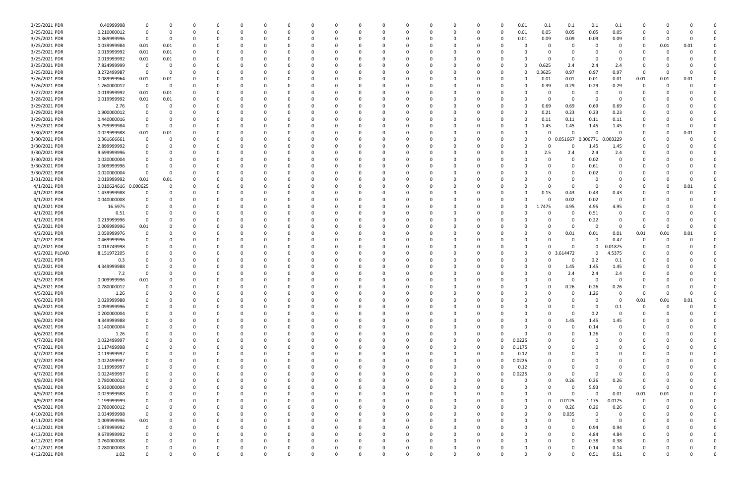| | | | | | | | | | | | | | | | | | | | | | | | | | | | |
|---|---|---|---|---|---|---|---|---|---|---|---|---|---|---|---|---|---|---|---|---|---|---|---|---|---|---|---|
| 3/25/2021 PDR | 0.40999998 | 0 | 0 | 0 | 0 | 0 | 0 | 0 | 0 | 0 | 0 | 0 | 0 | 0 | 0 | 0 | 0 | 0 | 0.01 | 0.1 | 0.1 | 0.1 | 0.1 | 0 | 0 | 0 | 0 |
| 3/25/2021 PDR | 0.210000012 | 0 | 0 | 0 | 0 | 0 | 0 | 0 | 0 | 0 | 0 | 0 | 0 | 0 | 0 | 0 | 0 | 0 | 0.01 | 0.05 | 0.05 | 0.05 | 0.05 | 0 | 0 | 0 | 0 |
| 3/25/2021 PDR | 0.369999996 | 0 | 0 | 0 | 0 | 0 | 0 | 0 | 0 | 0 | 0 | 0 | 0 | 0 | 0 | 0 | 0 | 0 | 0.01 | 0.09 | 0.09 | 0.09 | 0.09 | 0 | 0 | 0 | 0 |
| 3/25/2021 PDR | 0.039999984 | 0.01 | 0.01 | 0 | 0 | 0 | 0 | 0 | 0 | 0 | 0 | 0 | 0 | 0 | 0 | 0 | 0 | 0 | 0 | 0 | 0 | 0 | 0 | 0 | 0.01 | 0.01 | 0 |
| 3/25/2021 PDR | 0.019999992 | 0.01 | 0.01 | 0 | 0 | 0 | 0 | 0 | 0 | 0 | 0 | 0 | 0 | 0 | 0 | 0 | 0 | 0 | 0 | 0 | 0 | 0 | 0 | 0 | 0 | 0 | 0 |
| 3/25/2021 PDR | 0.019999992 | 0.01 | 0.01 | 0 | 0 | 0 | 0 | 0 | 0 | 0 | 0 | 0 | 0 | 0 | 0 | 0 | 0 | 0 | 0 | 0 | 0 | 0 | 0 | 0 | 0 | 0 | 0 |
| 3/25/2021 PDR | 7.824999999 | 0 | 0 | 0 | 0 | 0 | 0 | 0 | 0 | 0 | 0 | 0 | 0 | 0 | 0 | 0 | 0 | 0 | 0 | 0.625 | 2.4 | 2.4 | 2.4 | 0 | 0 | 0 | 0 |
| 3/25/2021 PDR | 3.272499987 | 0 | 0 | 0 | 0 | 0 | 0 | 0 | 0 | 0 | 0 | 0 | 0 | 0 | 0 | 0 | 0 | 0 | 0 | 0.3625 | 0.97 | 0.97 | 0.97 | 0 | 0 | 0 | 0 |
| 3/26/2021 PDR | 0.089999964 | 0.01 | 0.01 | 0 | 0 | 0 | 0 | 0 | 0 | 0 | 0 | 0 | 0 | 0 | 0 | 0 | 0 | 0 | 0 | 0.01 | 0.01 | 0.01 | 0.01 | 0.01 | 0.01 | 0.01 | 0 |
| 3/26/2021 PDR | 1.260000012 | 0 | 0 | 0 | 0 | 0 | 0 | 0 | 0 | 0 | 0 | 0 | 0 | 0 | 0 | 0 | 0 | 0 | 0 | 0.39 | 0.29 | 0.29 | 0.29 | 0 | 0 | 0 | 0 |
| 3/27/2021 PDR | 0.019999992 | 0.01 | 0.01 | 0 | 0 | 0 | 0 | 0 | 0 | 0 | 0 | 0 | 0 | 0 | 0 | 0 | 0 | 0 | 0 | 0 | 0 | 0 | 0 | 0 | 0 | 0 | 0 |
| 3/28/2021 PDR | 0.019999992 | 0.01 | 0.01 | 0 | 0 | 0 | 0 | 0 | 0 | 0 | 0 | 0 | 0 | 0 | 0 | 0 | 0 | 0 | 0 | 0 | 0 | 0 | 0 | 0 | 0 | 0 | 0 |
| 3/29/2021 PDR | 2.76 | 0 | 0 | 0 | 0 | 0 | 0 | 0 | 0 | 0 | 0 | 0 | 0 | 0 | 0 | 0 | 0 | 0 | 0 | 0.69 | 0.69 | 0.69 | 0.69 | 0 | 0 | 0 | 0 |
| 3/29/2021 PDR | 0.900000012 | 0 | 0 | 0 | 0 | 0 | 0 | 0 | 0 | 0 | 0 | 0 | 0 | 0 | 0 | 0 | 0 | 0 | 0 | 0.21 | 0.23 | 0.23 | 0.23 | 0 | 0 | 0 | 0 |
| 3/29/2021 PDR | 0.440000016 | 0 | 0 | 0 | 0 | 0 | 0 | 0 | 0 | 0 | 0 | 0 | 0 | 0 | 0 | 0 | 0 | 0 | 0 | 0.11 | 0.11 | 0.11 | 0.11 | 0 | 0 | 0 | 0 |
| 3/29/2021 PDR | 5.799999984 | 0 | 0 | 0 | 0 | 0 | 0 | 0 | 0 | 0 | 0 | 0 | 0 | 0 | 0 | 0 | 0 | 0 | 0 | 1.45 | 1.45 | 1.45 | 1.45 | 0 | 0 | 0 | 0 |
| 3/30/2021 PDR | 0.029999988 | 0.01 | 0.01 | 0 | 0 | 0 | 0 | 0 | 0 | 0 | 0 | 0 | 0 | 0 | 0 | 0 | 0 | 0 | 0 | 0 | 0 | 0 | 0 | 0 | 0 | 0.01 | 0 |
| 3/30/2021 PDR | 0.361666661 | 0 | 0 | 0 | 0 | 0 | 0 | 0 | 0 | 0 | 0 | 0 | 0 | 0 | 0 | 0 | 0 | 0 | 0 | 0 | 0.051667 | 0.306771 | 0.003229 | 0 | 0 | 0 | 0 |
| 3/30/2021 PDR | 2.899999992 | 0 | 0 | 0 | 0 | 0 | 0 | 0 | 0 | 0 | 0 | 0 | 0 | 0 | 0 | 0 | 0 | 0 | 0 | 0 | 0 | 1.45 | 1.45 | 0 | 0 | 0 | 0 |
| 3/30/2021 PDR | 9.699999996 | 0 | 0 | 0 | 0 | 0 | 0 | 0 | 0 | 0 | 0 | 0 | 0 | 0 | 0 | 0 | 0 | 0 | 0 | 2.5 | 2.4 | 2.4 | 2.4 | 0 | 0 | 0 | 0 |
| 3/30/2021 PDR | 0.020000004 | 0 | 0 | 0 | 0 | 0 | 0 | 0 | 0 | 0 | 0 | 0 | 0 | 0 | 0 | 0 | 0 | 0 | 0 | 0 | 0 | 0.02 | 0 | 0 | 0 | 0 | 0 |
| 3/30/2021 PDR | 0.609999996 | 0 | 0 | 0 | 0 | 0 | 0 | 0 | 0 | 0 | 0 | 0 | 0 | 0 | 0 | 0 | 0 | 0 | 0 | 0 | 0 | 0.61 | 0 | 0 | 0 | 0 | 0 |
| 3/30/2021 PDR | 0.020000004 | 0 | 0 | 0 | 0 | 0 | 0 | 0 | 0 | 0 | 0 | 0 | 0 | 0 | 0 | 0 | 0 | 0 | 0 | 0 | 0 | 0.02 | 0 | 0 | 0 | 0 | 0 |
| 3/31/2021 PDR | 0.019999992 | 0.01 | 0.01 | 0 | 0 | 0 | 0 | 0 | 0 | 0 | 0 | 0 | 0 | 0 | 0 | 0 | 0 | 0 | 0 | 0 | 0 | 0 | 0 | 0 | 0 | 0 | 0 |
| 4/1/2021 PDR | 0.010624616 | 0.000625 | 0 | 0 | 0 | 0 | 0 | 0 | 0 | 0 | 0 | 0 | 0 | 0 | 0 | 0 | 0 | 0 | 0 | 0 | 0 | 0 | 0 | 0 | 0 | 0.01 | 0 |
| 4/1/2021 PDR | 1.439999988 | 0 | 0 | 0 | 0 | 0 | 0 | 0 | 0 | 0 | 0 | 0 | 0 | 0 | 0 | 0 | 0 | 0 | 0 | 0.15 | 0.43 | 0.43 | 0.43 | 0 | 0 | 0 | 0 |
| 4/1/2021 PDR | 0.040000008 | 0 | 0 | 0 | 0 | 0 | 0 | 0 | 0 | 0 | 0 | 0 | 0 | 0 | 0 | 0 | 0 | 0 | 0 | 0 | 0.02 | 0.02 | 0 | 0 | 0 | 0 | 0 |
| 4/1/2021 PDR | 16.5975 | 0 | 0 | 0 | 0 | 0 | 0 | 0 | 0 | 0 | 0 | 0 | 0 | 0 | 0 | 0 | 0 | 0 | 0 | 1.7475 | 4.95 | 4.95 | 4.95 | 0 | 0 | 0 | 0 |
| 4/1/2021 PDR | 0.51 | 0 | 0 | 0 | 0 | 0 | 0 | 0 | 0 | 0 | 0 | 0 | 0 | 0 | 0 | 0 | 0 | 0 | 0 | 0 | 0 | 0.51 | 0 | 0 | 0 | 0 | 0 |
| 4/1/2021 PDR | 0.219999996 | 0 | 0 | 0 | 0 | 0 | 0 | 0 | 0 | 0 | 0 | 0 | 0 | 0 | 0 | 0 | 0 | 0 | 0 | 0 | 0 | 0.22 | 0 | 0 | 0 | 0 | 0 |
| 4/2/2021 PDR | 0.009999996 | 0.01 | 0 | 0 | 0 | 0 | 0 | 0 | 0 | 0 | 0 | 0 | 0 | 0 | 0 | 0 | 0 | 0 | 0 | 0 | 0 | 0 | 0 | 0 | 0 | 0 | 0 |
| 4/2/2021 PDR | 0.059999976 | 0 | 0 | 0 | 0 | 0 | 0 | 0 | 0 | 0 | 0 | 0 | 0 | 0 | 0 | 0 | 0 | 0 | 0 | 0 | 0.01 | 0.01 | 0.01 | 0.01 | 0.01 | 0.01 | 0 |
| 4/2/2021 PDR | 0.469999996 | 0 | 0 | 0 | 0 | 0 | 0 | 0 | 0 | 0 | 0 | 0 | 0 | 0 | 0 | 0 | 0 | 0 | 0 | 0 | 0 | 0 | 0.47 | 0 | 0 | 0 | 0 |
| 4/2/2021 PDR | 0.018749998 | 0 | 0 | 0 | 0 | 0 | 0 | 0 | 0 | 0 | 0 | 0 | 0 | 0 | 0 | 0 | 0 | 0 | 0 | 0 | 0 | 0 | 0.01875 | 0 | 0 | 0 | 0 |
| 4/2/2021 PLOAD | 8.151972205 | 0 | 0 | 0 | 0 | 0 | 0 | 0 | 0 | 0 | 0 | 0 | 0 | 0 | 0 | 0 | 0 | 0 | 0 | 0 | 3.614472 | 0 | 4.5375 | 0 | 0 | 0 | 0 |
| 4/2/2021 PDR | 0.3 | 0 | 0 | 0 | 0 | 0 | 0 | 0 | 0 | 0 | 0 | 0 | 0 | 0 | 0 | 0 | 0 | 0 | 0 | 0 | 0 | 0.2 | 0.1 | 0 | 0 | 0 | 0 |
| 4/2/2021 PDR | 4.349999988 | 0 | 0 | 0 | 0 | 0 | 0 | 0 | 0 | 0 | 0 | 0 | 0 | 0 | 0 | 0 | 0 | 0 | 0 | 0 | 1.45 | 1.45 | 1.45 | 0 | 0 | 0 | 0 |
| 4/2/2021 PDR | 7.2 | 0 | 0 | 0 | 0 | 0 | 0 | 0 | 0 | 0 | 0 | 0 | 0 | 0 | 0 | 0 | 0 | 0 | 0 | 0 | 2.4 | 2.4 | 2.4 | 0 | 0 | 0 | 0 |
| 4/3/2021 PDR | 0.009999996 | 0.01 | 0 | 0 | 0 | 0 | 0 | 0 | 0 | 0 | 0 | 0 | 0 | 0 | 0 | 0 | 0 | 0 | 0 | 0 | 0 | 0 | 0 | 0 | 0 | 0 | 0 |
| 4/5/2021 PDR | 0.780000012 | 0 | 0 | 0 | 0 | 0 | 0 | 0 | 0 | 0 | 0 | 0 | 0 | 0 | 0 | 0 | 0 | 0 | 0 | 0 | 0.26 | 0.26 | 0.26 | 0 | 0 | 0 | 0 |
| 4/5/2021 PDR | 1.26 | 0 | 0 | 0 | 0 | 0 | 0 | 0 | 0 | 0 | 0 | 0 | 0 | 0 | 0 | 0 | 0 | 0 | 0 | 0 | 0 | 1.26 | 0 | 0 | 0 | 0 | 0 |
| 4/6/2021 PDR | 0.029999988 | 0 | 0 | 0 | 0 | 0 | 0 | 0 | 0 | 0 | 0 | 0 | 0 | 0 | 0 | 0 | 0 | 0 | 0 | 0 | 0 | 0 | 0 | 0.01 | 0.01 | 0.01 | 0 |
| 4/6/2021 PDR | 0.099999996 | 0 | 0 | 0 | 0 | 0 | 0 | 0 | 0 | 0 | 0 | 0 | 0 | 0 | 0 | 0 | 0 | 0 | 0 | 0 | 0 | 0 | 0.1 | 0 | 0 | 0 | 0 |
| 4/6/2021 PDR | 0.200000004 | 0 | 0 | 0 | 0 | 0 | 0 | 0 | 0 | 0 | 0 | 0 | 0 | 0 | 0 | 0 | 0 | 0 | 0 | 0 | 0 | 0.2 | 0 | 0 | 0 | 0 | 0 |
| 4/6/2021 PDR | 4.349999988 | 0 | 0 | 0 | 0 | 0 | 0 | 0 | 0 | 0 | 0 | 0 | 0 | 0 | 0 | 0 | 0 | 0 | 0 | 0 | 1.45 | 1.45 | 1.45 | 0 | 0 | 0 | 0 |
| 4/6/2021 PDR | 0.140000004 | 0 | 0 | 0 | 0 | 0 | 0 | 0 | 0 | 0 | 0 | 0 | 0 | 0 | 0 | 0 | 0 | 0 | 0 | 0 | 0 | 0.14 | 0 | 0 | 0 | 0 | 0 |
| 4/6/2021 PDR | 1.26 | 0 | 0 | 0 | 0 | 0 | 0 | 0 | 0 | 0 | 0 | 0 | 0 | 0 | 0 | 0 | 0 | 0 | 0 | 0 | 0 | 1.26 | 0 | 0 | 0 | 0 | 0 |
| 4/7/2021 PDR | 0.022499997 | 0 | 0 | 0 | 0 | 0 | 0 | 0 | 0 | 0 | 0 | 0 | 0 | 0 | 0 | 0 | 0 | 0 | 0.0225 | 0 | 0 | 0 | 0 | 0 | 0 | 0 | 0 |
| 4/7/2021 PDR | 0.117499998 | 0 | 0 | 0 | 0 | 0 | 0 | 0 | 0 | 0 | 0 | 0 | 0 | 0 | 0 | 0 | 0 | 0 | 0.1175 | 0 | 0 | 0 | 0 | 0 | 0 | 0 | 0 |
| 4/7/2021 PDR | 0.119999997 | 0 | 0 | 0 | 0 | 0 | 0 | 0 | 0 | 0 | 0 | 0 | 0 | 0 | 0 | 0 | 0 | 0 | 0.12 | 0 | 0 | 0 | 0 | 0 | 0 | 0 | 0 |
| 4/7/2021 PDR | 0.022499997 | 0 | 0 | 0 | 0 | 0 | 0 | 0 | 0 | 0 | 0 | 0 | 0 | 0 | 0 | 0 | 0 | 0 | 0.0225 | 0 | 0 | 0 | 0 | 0 | 0 | 0 | 0 |
| 4/7/2021 PDR | 0.119999997 | 0 | 0 | 0 | 0 | 0 | 0 | 0 | 0 | 0 | 0 | 0 | 0 | 0 | 0 | 0 | 0 | 0 | 0.12 | 0 | 0 | 0 | 0 | 0 | 0 | 0 | 0 |
| 4/7/2021 PDR | 0.022499997 | 0 | 0 | 0 | 0 | 0 | 0 | 0 | 0 | 0 | 0 | 0 | 0 | 0 | 0 | 0 | 0 | 0 | 0.0225 | 0 | 0 | 0 | 0 | 0 | 0 | 0 | 0 |
| 4/8/2021 PDR | 0.780000012 | 0 | 0 | 0 | 0 | 0 | 0 | 0 | 0 | 0 | 0 | 0 | 0 | 0 | 0 | 0 | 0 | 0 | 0 | 0 | 0.26 | 0.26 | 0.26 | 0 | 0 | 0 | 0 |
| 4/8/2021 PDR | 5.930000004 | 0 | 0 | 0 | 0 | 0 | 0 | 0 | 0 | 0 | 0 | 0 | 0 | 0 | 0 | 0 | 0 | 0 | 0 | 0 | 0 | 5.93 | 0 | 0 | 0 | 0 | 0 |
| 4/9/2021 PDR | 0.029999988 | 0 | 0 | 0 | 0 | 0 | 0 | 0 | 0 | 0 | 0 | 0 | 0 | 0 | 0 | 0 | 0 | 0 | 0 | 0 | 0 | 0 | 0.01 | 0.01 | 0.01 | 0 | 0 |
| 4/9/2021 PDR | 1.199999999 | 0 | 0 | 0 | 0 | 0 | 0 | 0 | 0 | 0 | 0 | 0 | 0 | 0 | 0 | 0 | 0 | 0 | 0 | 0 | 0.0125 | 1.175 | 0.0125 | 0 | 0 | 0 | 0 |
| 4/9/2021 PDR | 0.780000012 | 0 | 0 | 0 | 0 | 0 | 0 | 0 | 0 | 0 | 0 | 0 | 0 | 0 | 0 | 0 | 0 | 0 | 0 | 0 | 0.26 | 0.26 | 0.26 | 0 | 0 | 0 | 0 |
| 4/10/2021 PDR | 0.034999998 | 0 | 0 | 0 | 0 | 0 | 0 | 0 | 0 | 0 | 0 | 0 | 0 | 0 | 0 | 0 | 0 | 0 | 0 | 0 | 0.035 | 0 | 0 | 0 | 0 | 0 | 0 |
| 4/11/2021 PDR | 0.009999996 | 0.01 | 0 | 0 | 0 | 0 | 0 | 0 | 0 | 0 | 0 | 0 | 0 | 0 | 0 | 0 | 0 | 0 | 0 | 0 | 0 | 0 | 0 | 0 | 0 | 0 | 0 |
| 4/12/2021 PDR | 1.879999992 | 0 | 0 | 0 | 0 | 0 | 0 | 0 | 0 | 0 | 0 | 0 | 0 | 0 | 0 | 0 | 0 | 0 | 0 | 0 | 0 | 0.94 | 0.94 | 0 | 0 | 0 | 0 |
| 4/12/2021 PDR | 9.679999992 | 0 | 0 | 0 | 0 | 0 | 0 | 0 | 0 | 0 | 0 | 0 | 0 | 0 | 0 | 0 | 0 | 0 | 0 | 0 | 0 | 4.84 | 4.84 | 0 | 0 | 0 | 0 |
| 4/12/2021 PDR | 0.760000008 | 0 | 0 | 0 | 0 | 0 | 0 | 0 | 0 | 0 | 0 | 0 | 0 | 0 | 0 | 0 | 0 | 0 | 0 | 0 | 0 | 0.38 | 0.38 | 0 | 0 | 0 | 0 |
| 4/12/2021 PDR | 0.280000008 | 0 | 0 | 0 | 0 | 0 | 0 | 0 | 0 | 0 | 0 | 0 | 0 | 0 | 0 | 0 | 0 | 0 | 0 | 0 | 0 | 0.14 | 0.14 | 0 | 0 | 0 | 0 |
| 4/12/2021 PDR | 1.02 | 0 | 0 | 0 | 0 | 0 | 0 | 0 | 0 | 0 | 0 | 0 | 0 | 0 | 0 | 0 | 0 | 0 | 0 | 0 | 0 | 0.51 | 0.51 | 0 | 0 | 0 | 0 |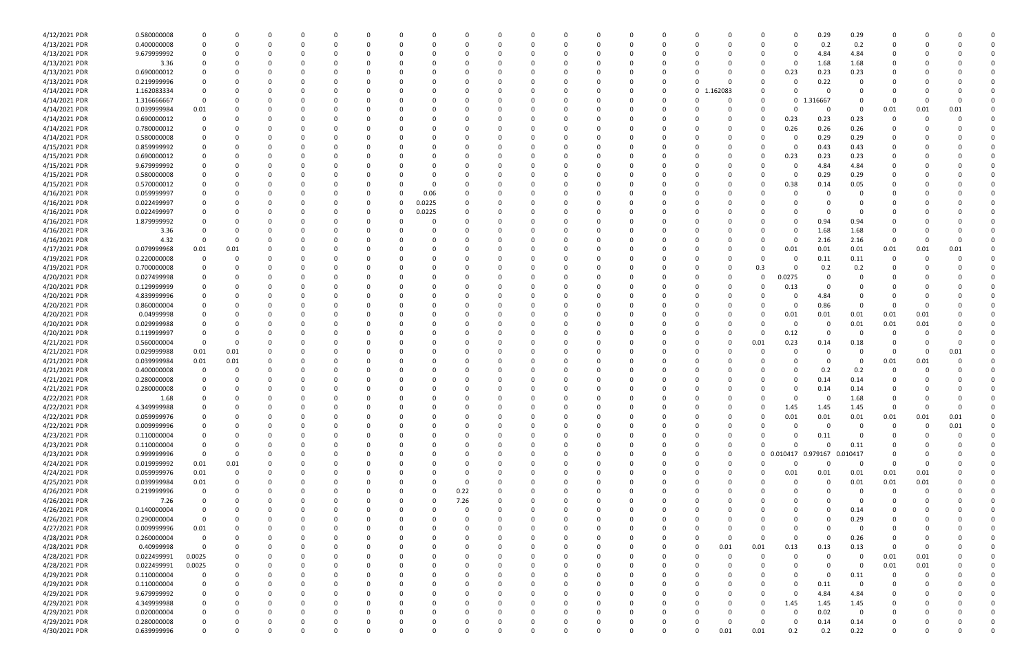| | | | | | | | | | | | | | | | | | | | | | | | | | | | |
|---|---|---|---|---|---|---|---|---|---|---|---|---|---|---|---|---|---|---|---|---|---|---|---|---|---|---|---|
| 4/12/2021 PDR | 0.580000008 | 0 | 0 | 0 | 0 | 0 | 0 | 0 | 0 | 0 | 0 | 0 | 0 | 0 | 0 | 0 | 0 | 0 | 0 | 0 | 0 | 0.29 | 0.29 | 0 | 0 | 0 | 0 |
| 4/13/2021 PDR | 0.400000008 | 0 | 0 | 0 | 0 | 0 | 0 | 0 | 0 | 0 | 0 | 0 | 0 | 0 | 0 | 0 | 0 | 0 | 0 | 0 | 0 | 0.2 | 0.2 | 0 | 0 | 0 | 0 |
| 4/13/2021 PDR | 9.679999992 | 0 | 0 | 0 | 0 | 0 | 0 | 0 | 0 | 0 | 0 | 0 | 0 | 0 | 0 | 0 | 0 | 0 | 0 | 0 | 0 | 4.84 | 4.84 | 0 | 0 | 0 | 0 |
| 4/13/2021 PDR | 3.36 | 0 | 0 | 0 | 0 | 0 | 0 | 0 | 0 | 0 | 0 | 0 | 0 | 0 | 0 | 0 | 0 | 0 | 0 | 0 | 0 | 1.68 | 1.68 | 0 | 0 | 0 | 0 |
| 4/13/2021 PDR | 0.690000012 | 0 | 0 | 0 | 0 | 0 | 0 | 0 | 0 | 0 | 0 | 0 | 0 | 0 | 0 | 0 | 0 | 0 | 0 | 0 | 0.23 | 0.23 | 0.23 | 0 | 0 | 0 | 0 |
| 4/13/2021 PDR | 0.219999996 | 0 | 0 | 0 | 0 | 0 | 0 | 0 | 0 | 0 | 0 | 0 | 0 | 0 | 0 | 0 | 0 | 0 | 0 | 0 | 0 | 0.22 | 0 | 0 | 0 | 0 | 0 |
| 4/14/2021 PDR | 1.162083334 | 0 | 0 | 0 | 0 | 0 | 0 | 0 | 0 | 0 | 0 | 0 | 0 | 0 | 0 | 0 | 0 | 0 | 1.162083 | 0 | 0 | 0 | 0 | 0 | 0 | 0 | 0 |
| 4/14/2021 PDR | 1.316666667 | 0 | 0 | 0 | 0 | 0 | 0 | 0 | 0 | 0 | 0 | 0 | 0 | 0 | 0 | 0 | 0 | 0 | 0 | 0 | 0 | 1.316667 | 0 | 0 | 0 | 0 | 0 |
| 4/14/2021 PDR | 0.039999984 | 0.01 | 0 | 0 | 0 | 0 | 0 | 0 | 0 | 0 | 0 | 0 | 0 | 0 | 0 | 0 | 0 | 0 | 0 | 0 | 0 | 0 | 0 | 0.01 | 0.01 | 0.01 | 0 |
| 4/14/2021 PDR | 0.690000012 | 0 | 0 | 0 | 0 | 0 | 0 | 0 | 0 | 0 | 0 | 0 | 0 | 0 | 0 | 0 | 0 | 0 | 0 | 0 | 0.23 | 0.23 | 0.23 | 0 | 0 | 0 | 0 |
| 4/14/2021 PDR | 0.780000012 | 0 | 0 | 0 | 0 | 0 | 0 | 0 | 0 | 0 | 0 | 0 | 0 | 0 | 0 | 0 | 0 | 0 | 0 | 0 | 0.26 | 0.26 | 0.26 | 0 | 0 | 0 | 0 |
| 4/14/2021 PDR | 0.580000008 | 0 | 0 | 0 | 0 | 0 | 0 | 0 | 0 | 0 | 0 | 0 | 0 | 0 | 0 | 0 | 0 | 0 | 0 | 0 | 0 | 0.29 | 0.29 | 0 | 0 | 0 | 0 |
| 4/15/2021 PDR | 0.859999992 | 0 | 0 | 0 | 0 | 0 | 0 | 0 | 0 | 0 | 0 | 0 | 0 | 0 | 0 | 0 | 0 | 0 | 0 | 0 | 0 | 0.43 | 0.43 | 0 | 0 | 0 | 0 |
| 4/15/2021 PDR | 0.690000012 | 0 | 0 | 0 | 0 | 0 | 0 | 0 | 0 | 0 | 0 | 0 | 0 | 0 | 0 | 0 | 0 | 0 | 0 | 0 | 0.23 | 0.23 | 0.23 | 0 | 0 | 0 | 0 |
| 4/15/2021 PDR | 9.679999992 | 0 | 0 | 0 | 0 | 0 | 0 | 0 | 0 | 0 | 0 | 0 | 0 | 0 | 0 | 0 | 0 | 0 | 0 | 0 | 0 | 4.84 | 4.84 | 0 | 0 | 0 | 0 |
| 4/15/2021 PDR | 0.580000008 | 0 | 0 | 0 | 0 | 0 | 0 | 0 | 0 | 0 | 0 | 0 | 0 | 0 | 0 | 0 | 0 | 0 | 0 | 0 | 0 | 0.29 | 0.29 | 0 | 0 | 0 | 0 |
| 4/15/2021 PDR | 0.570000012 | 0 | 0 | 0 | 0 | 0 | 0 | 0 | 0 | 0 | 0 | 0 | 0 | 0 | 0 | 0 | 0 | 0 | 0 | 0 | 0.38 | 0.14 | 0.05 | 0 | 0 | 0 | 0 |
| 4/16/2021 PDR | 0.059999997 | 0 | 0 | 0 | 0 | 0 | 0 | 0 | 0.06 | 0 | 0 | 0 | 0 | 0 | 0 | 0 | 0 | 0 | 0 | 0 | 0 | 0 | 0 | 0 | 0 | 0 | 0 |
| 4/16/2021 PDR | 0.022499997 | 0 | 0 | 0 | 0 | 0 | 0 | 0 | 0.0225 | 0 | 0 | 0 | 0 | 0 | 0 | 0 | 0 | 0 | 0 | 0 | 0 | 0 | 0 | 0 | 0 | 0 | 0 |
| 4/16/2021 PDR | 0.022499997 | 0 | 0 | 0 | 0 | 0 | 0 | 0 | 0.0225 | 0 | 0 | 0 | 0 | 0 | 0 | 0 | 0 | 0 | 0 | 0 | 0 | 0 | 0 | 0 | 0 | 0 | 0 |
| 4/16/2021 PDR | 1.879999992 | 0 | 0 | 0 | 0 | 0 | 0 | 0 | 0 | 0 | 0 | 0 | 0 | 0 | 0 | 0 | 0 | 0 | 0 | 0 | 0 | 0.94 | 0.94 | 0 | 0 | 0 | 0 |
| 4/16/2021 PDR | 3.36 | 0 | 0 | 0 | 0 | 0 | 0 | 0 | 0 | 0 | 0 | 0 | 0 | 0 | 0 | 0 | 0 | 0 | 0 | 0 | 0 | 1.68 | 1.68 | 0 | 0 | 0 | 0 |
| 4/16/2021 PDR | 4.32 | 0 | 0 | 0 | 0 | 0 | 0 | 0 | 0 | 0 | 0 | 0 | 0 | 0 | 0 | 0 | 0 | 0 | 0 | 0 | 0 | 2.16 | 2.16 | 0 | 0 | 0 | 0 |
| 4/17/2021 PDR | 0.079999968 | 0.01 | 0.01 | 0 | 0 | 0 | 0 | 0 | 0 | 0 | 0 | 0 | 0 | 0 | 0 | 0 | 0 | 0 | 0 | 0 | 0.01 | 0.01 | 0.01 | 0.01 | 0.01 | 0.01 | 0 |
| 4/19/2021 PDR | 0.220000008 | 0 | 0 | 0 | 0 | 0 | 0 | 0 | 0 | 0 | 0 | 0 | 0 | 0 | 0 | 0 | 0 | 0 | 0 | 0 | 0 | 0.11 | 0.11 | 0 | 0 | 0 | 0 |
| 4/19/2021 PDR | 0.700000008 | 0 | 0 | 0 | 0 | 0 | 0 | 0 | 0 | 0 | 0 | 0 | 0 | 0 | 0 | 0 | 0 | 0 | 0 | 0.3 | 0 | 0.2 | 0.2 | 0 | 0 | 0 | 0 |
| 4/20/2021 PDR | 0.027499998 | 0 | 0 | 0 | 0 | 0 | 0 | 0 | 0 | 0 | 0 | 0 | 0 | 0 | 0 | 0 | 0 | 0 | 0 | 0 | 0.0275 | 0 | 0 | 0 | 0 | 0 | 0 |
| 4/20/2021 PDR | 0.129999999 | 0 | 0 | 0 | 0 | 0 | 0 | 0 | 0 | 0 | 0 | 0 | 0 | 0 | 0 | 0 | 0 | 0 | 0 | 0 | 0.13 | 0 | 0 | 0 | 0 | 0 | 0 |
| 4/20/2021 PDR | 4.839999996 | 0 | 0 | 0 | 0 | 0 | 0 | 0 | 0 | 0 | 0 | 0 | 0 | 0 | 0 | 0 | 0 | 0 | 0 | 0 | 0 | 4.84 | 0 | 0 | 0 | 0 | 0 |
| 4/20/2021 PDR | 0.860000004 | 0 | 0 | 0 | 0 | 0 | 0 | 0 | 0 | 0 | 0 | 0 | 0 | 0 | 0 | 0 | 0 | 0 | 0 | 0 | 0 | 0.86 | 0 | 0 | 0 | 0 | 0 |
| 4/20/2021 PDR | 0.04999998 | 0 | 0 | 0 | 0 | 0 | 0 | 0 | 0 | 0 | 0 | 0 | 0 | 0 | 0 | 0 | 0 | 0 | 0 | 0 | 0.01 | 0.01 | 0.01 | 0.01 | 0.01 | 0 | 0 |
| 4/20/2021 PDR | 0.029999988 | 0 | 0 | 0 | 0 | 0 | 0 | 0 | 0 | 0 | 0 | 0 | 0 | 0 | 0 | 0 | 0 | 0 | 0 | 0 | 0 | 0 | 0.01 | 0.01 | 0.01 | 0 | 0 |
| 4/20/2021 PDR | 0.119999997 | 0 | 0 | 0 | 0 | 0 | 0 | 0 | 0 | 0 | 0 | 0 | 0 | 0 | 0 | 0 | 0 | 0 | 0 | 0 | 0.12 | 0 | 0 | 0 | 0 | 0 | 0 |
| 4/21/2021 PDR | 0.560000004 | 0 | 0 | 0 | 0 | 0 | 0 | 0 | 0 | 0 | 0 | 0 | 0 | 0 | 0 | 0 | 0 | 0 | 0 | 0.01 | 0.23 | 0.14 | 0.18 | 0 | 0 | 0 | 0 |
| 4/21/2021 PDR | 0.029999988 | 0.01 | 0.01 | 0 | 0 | 0 | 0 | 0 | 0 | 0 | 0 | 0 | 0 | 0 | 0 | 0 | 0 | 0 | 0 | 0 | 0 | 0 | 0 | 0 | 0 | 0.01 | 0 |
| 4/21/2021 PDR | 0.039999984 | 0.01 | 0.01 | 0 | 0 | 0 | 0 | 0 | 0 | 0 | 0 | 0 | 0 | 0 | 0 | 0 | 0 | 0 | 0 | 0 | 0 | 0 | 0 | 0.01 | 0.01 | 0 | 0 |
| 4/21/2021 PDR | 0.400000008 | 0 | 0 | 0 | 0 | 0 | 0 | 0 | 0 | 0 | 0 | 0 | 0 | 0 | 0 | 0 | 0 | 0 | 0 | 0 | 0 | 0.2 | 0.2 | 0 | 0 | 0 | 0 |
| 4/21/2021 PDR | 0.280000008 | 0 | 0 | 0 | 0 | 0 | 0 | 0 | 0 | 0 | 0 | 0 | 0 | 0 | 0 | 0 | 0 | 0 | 0 | 0 | 0 | 0.14 | 0.14 | 0 | 0 | 0 | 0 |
| 4/21/2021 PDR | 0.280000008 | 0 | 0 | 0 | 0 | 0 | 0 | 0 | 0 | 0 | 0 | 0 | 0 | 0 | 0 | 0 | 0 | 0 | 0 | 0 | 0 | 0.14 | 0.14 | 0 | 0 | 0 | 0 |
| 4/22/2021 PDR | 1.68 | 0 | 0 | 0 | 0 | 0 | 0 | 0 | 0 | 0 | 0 | 0 | 0 | 0 | 0 | 0 | 0 | 0 | 0 | 0 | 0 | 0 | 1.68 | 0 | 0 | 0 | 0 |
| 4/22/2021 PDR | 4.349999988 | 0 | 0 | 0 | 0 | 0 | 0 | 0 | 0 | 0 | 0 | 0 | 0 | 0 | 0 | 0 | 0 | 0 | 0 | 0 | 1.45 | 1.45 | 1.45 | 0 | 0 | 0 | 0 |
| 4/22/2021 PDR | 0.059999976 | 0 | 0 | 0 | 0 | 0 | 0 | 0 | 0 | 0 | 0 | 0 | 0 | 0 | 0 | 0 | 0 | 0 | 0 | 0 | 0.01 | 0.01 | 0.01 | 0.01 | 0.01 | 0.01 | 0 |
| 4/22/2021 PDR | 0.009999996 | 0 | 0 | 0 | 0 | 0 | 0 | 0 | 0 | 0 | 0 | 0 | 0 | 0 | 0 | 0 | 0 | 0 | 0 | 0 | 0 | 0 | 0 | 0 | 0 | 0.01 | 0 |
| 4/23/2021 PDR | 0.110000004 | 0 | 0 | 0 | 0 | 0 | 0 | 0 | 0 | 0 | 0 | 0 | 0 | 0 | 0 | 0 | 0 | 0 | 0 | 0 | 0 | 0.11 | 0 | 0 | 0 | 0 | 0 |
| 4/23/2021 PDR | 0.110000004 | 0 | 0 | 0 | 0 | 0 | 0 | 0 | 0 | 0 | 0 | 0 | 0 | 0 | 0 | 0 | 0 | 0 | 0 | 0 | 0 | 0 | 0.11 | 0 | 0 | 0 | 0 |
| 4/23/2021 PDR | 0.999999996 | 0 | 0 | 0 | 0 | 0 | 0 | 0 | 0 | 0 | 0 | 0 | 0 | 0 | 0 | 0 | 0 | 0 | 0 | 0 | 0.010417 | 0.979167 | 0.010417 | 0 | 0 | 0 | 0 |
| 4/24/2021 PDR | 0.019999992 | 0.01 | 0.01 | 0 | 0 | 0 | 0 | 0 | 0 | 0 | 0 | 0 | 0 | 0 | 0 | 0 | 0 | 0 | 0 | 0 | 0 | 0 | 0 | 0 | 0 | 0 | 0 |
| 4/24/2021 PDR | 0.059999976 | 0.01 | 0 | 0 | 0 | 0 | 0 | 0 | 0 | 0 | 0 | 0 | 0 | 0 | 0 | 0 | 0 | 0 | 0 | 0 | 0.01 | 0.01 | 0.01 | 0.01 | 0.01 | 0 | 0 |
| 4/25/2021 PDR | 0.039999984 | 0.01 | 0 | 0 | 0 | 0 | 0 | 0 | 0 | 0 | 0 | 0 | 0 | 0 | 0 | 0 | 0 | 0 | 0 | 0 | 0 | 0 | 0.01 | 0.01 | 0.01 | 0 | 0 |
| 4/26/2021 PDR | 0.219999996 | 0 | 0 | 0 | 0 | 0 | 0 | 0 | 0 | 0.22 | 0 | 0 | 0 | 0 | 0 | 0 | 0 | 0 | 0 | 0 | 0 | 0 | 0 | 0 | 0 | 0 | 0 |
| 4/26/2021 PDR | 7.26 | 0 | 0 | 0 | 0 | 0 | 0 | 0 | 0 | 7.26 | 0 | 0 | 0 | 0 | 0 | 0 | 0 | 0 | 0 | 0 | 0 | 0 | 0 | 0 | 0 | 0 | 0 |
| 4/26/2021 PDR | 0.140000004 | 0 | 0 | 0 | 0 | 0 | 0 | 0 | 0 | 0 | 0 | 0 | 0 | 0 | 0 | 0 | 0 | 0 | 0 | 0 | 0 | 0 | 0.14 | 0 | 0 | 0 | 0 |
| 4/26/2021 PDR | 0.290000004 | 0 | 0 | 0 | 0 | 0 | 0 | 0 | 0 | 0 | 0 | 0 | 0 | 0 | 0 | 0 | 0 | 0 | 0 | 0 | 0 | 0 | 0.29 | 0 | 0 | 0 | 0 |
| 4/27/2021 PDR | 0.009999996 | 0.01 | 0 | 0 | 0 | 0 | 0 | 0 | 0 | 0 | 0 | 0 | 0 | 0 | 0 | 0 | 0 | 0 | 0 | 0 | 0 | 0 | 0 | 0 | 0 | 0 | 0 |
| 4/28/2021 PDR | 0.260000004 | 0 | 0 | 0 | 0 | 0 | 0 | 0 | 0 | 0 | 0 | 0 | 0 | 0 | 0 | 0 | 0 | 0 | 0 | 0 | 0 | 0 | 0.26 | 0 | 0 | 0 | 0 |
| 4/28/2021 PDR | 0.40999998 | 0 | 0 | 0 | 0 | 0 | 0 | 0 | 0 | 0 | 0 | 0 | 0 | 0 | 0 | 0 | 0 | 0 | 0.01 | 0.01 | 0.13 | 0.13 | 0.13 | 0 | 0 | 0 | 0 |
| 4/28/2021 PDR | 0.022499991 | 0.0025 | 0 | 0 | 0 | 0 | 0 | 0 | 0 | 0 | 0 | 0 | 0 | 0 | 0 | 0 | 0 | 0 | 0 | 0 | 0 | 0 | 0 | 0.01 | 0.01 | 0 | 0 |
| 4/28/2021 PDR | 0.022499991 | 0.0025 | 0 | 0 | 0 | 0 | 0 | 0 | 0 | 0 | 0 | 0 | 0 | 0 | 0 | 0 | 0 | 0 | 0 | 0 | 0 | 0 | 0 | 0.01 | 0.01 | 0 | 0 |
| 4/29/2021 PDR | 0.110000004 | 0 | 0 | 0 | 0 | 0 | 0 | 0 | 0 | 0 | 0 | 0 | 0 | 0 | 0 | 0 | 0 | 0 | 0 | 0 | 0 | 0 | 0.11 | 0 | 0 | 0 | 0 |
| 4/29/2021 PDR | 0.110000004 | 0 | 0 | 0 | 0 | 0 | 0 | 0 | 0 | 0 | 0 | 0 | 0 | 0 | 0 | 0 | 0 | 0 | 0 | 0 | 0 | 0.11 | 0 | 0 | 0 | 0 | 0 |
| 4/29/2021 PDR | 9.679999992 | 0 | 0 | 0 | 0 | 0 | 0 | 0 | 0 | 0 | 0 | 0 | 0 | 0 | 0 | 0 | 0 | 0 | 0 | 0 | 0 | 4.84 | 4.84 | 0 | 0 | 0 | 0 |
| 4/29/2021 PDR | 4.349999988 | 0 | 0 | 0 | 0 | 0 | 0 | 0 | 0 | 0 | 0 | 0 | 0 | 0 | 0 | 0 | 0 | 0 | 0 | 0 | 1.45 | 1.45 | 1.45 | 0 | 0 | 0 | 0 |
| 4/29/2021 PDR | 0.020000004 | 0 | 0 | 0 | 0 | 0 | 0 | 0 | 0 | 0 | 0 | 0 | 0 | 0 | 0 | 0 | 0 | 0 | 0 | 0 | 0 | 0.02 | 0 | 0 | 0 | 0 | 0 |
| 4/29/2021 PDR | 0.280000008 | 0 | 0 | 0 | 0 | 0 | 0 | 0 | 0 | 0 | 0 | 0 | 0 | 0 | 0 | 0 | 0 | 0 | 0 | 0 | 0 | 0.14 | 0.14 | 0 | 0 | 0 | 0 |
| 4/30/2021 PDR | 0.639999996 | 0 | 0 | 0 | 0 | 0 | 0 | 0 | 0 | 0 | 0 | 0 | 0 | 0 | 0 | 0 | 0 | 0 | 0.01 | 0.01 | 0.2 | 0.2 | 0.22 | 0 | 0 | 0 | 0 |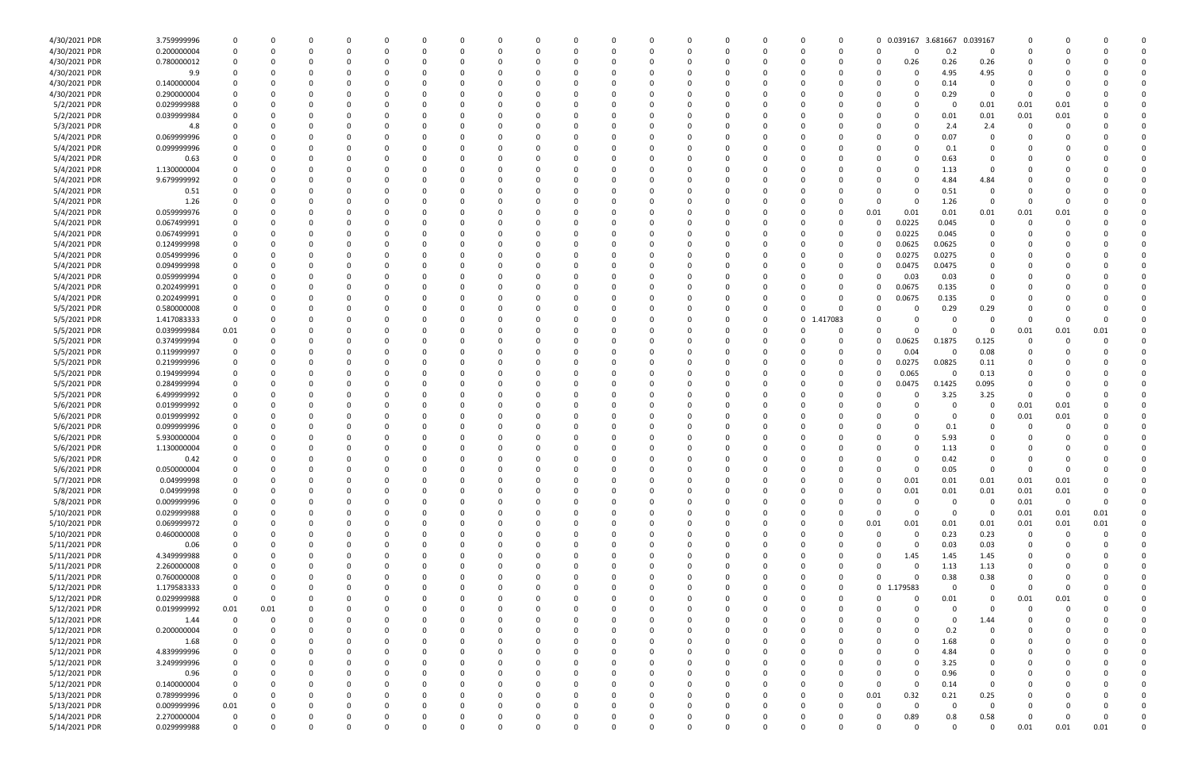| | | | | | | | | | | | | | | | | | | | | | | | | | | | | | | | |
|---|---|---|---|---|---|---|---|---|---|---|---|---|---|---|---|---|---|---|---|---|---|---|---|---|---|---|---|---|---|---|---|
| 4/30/2021 PDR | 3.759999996 | 0 | 0 | 0 | 0 | 0 | 0 | 0 | 0 | 0 | 0 | 0 | 0 | 0 | 0 | 0 | 0 | 0 | 0 | 0 | 0 | 0 | 0 | 0 | 0.039167 | 3.681667 | 0.039167 | 0 | 0 | 0 | 0 |
| 4/30/2021 PDR | 0.200000004 | 0 | 0 | 0 | 0 | 0 | 0 | 0 | 0 | 0 | 0 | 0 | 0 | 0 | 0 | 0 | 0 | 0 | 0 | 0 | 0 | 0 | 0 | 0 | 0 | 0.2 | 0 | 0 | 0 | 0 | 0 |
| 4/30/2021 PDR | 0.780000012 | 0 | 0 | 0 | 0 | 0 | 0 | 0 | 0 | 0 | 0 | 0 | 0 | 0 | 0 | 0 | 0 | 0 | 0 | 0 | 0 | 0 | 0 | 0 | 0.26 | 0.26 | 0.26 | 0 | 0 | 0 | 0 |
| 4/30/2021 PDR | 9.9 | 0 | 0 | 0 | 0 | 0 | 0 | 0 | 0 | 0 | 0 | 0 | 0 | 0 | 0 | 0 | 0 | 0 | 0 | 0 | 0 | 0 | 0 | 0 | 0 | 4.95 | 4.95 | 0 | 0 | 0 | 0 |
| 4/30/2021 PDR | 0.140000004 | 0 | 0 | 0 | 0 | 0 | 0 | 0 | 0 | 0 | 0 | 0 | 0 | 0 | 0 | 0 | 0 | 0 | 0 | 0 | 0 | 0 | 0 | 0 | 0 | 0.14 | 0 | 0 | 0 | 0 | 0 |
| 4/30/2021 PDR | 0.290000004 | 0 | 0 | 0 | 0 | 0 | 0 | 0 | 0 | 0 | 0 | 0 | 0 | 0 | 0 | 0 | 0 | 0 | 0 | 0 | 0 | 0 | 0 | 0 | 0 | 0.29 | 0 | 0 | 0 | 0 | 0 |
| 5/2/2021 PDR | 0.029999988 | 0 | 0 | 0 | 0 | 0 | 0 | 0 | 0 | 0 | 0 | 0 | 0 | 0 | 0 | 0 | 0 | 0 | 0 | 0 | 0 | 0 | 0 | 0 | 0 | 0 | 0.01 | 0.01 | 0.01 | 0 | 0 |
| 5/2/2021 PDR | 0.039999984 | 0 | 0 | 0 | 0 | 0 | 0 | 0 | 0 | 0 | 0 | 0 | 0 | 0 | 0 | 0 | 0 | 0 | 0 | 0 | 0 | 0 | 0 | 0 | 0 | 0.01 | 0.01 | 0.01 | 0.01 | 0 | 0 |
| 5/3/2021 PDR | 4.8 | 0 | 0 | 0 | 0 | 0 | 0 | 0 | 0 | 0 | 0 | 0 | 0 | 0 | 0 | 0 | 0 | 0 | 0 | 0 | 0 | 0 | 0 | 0 | 0 | 2.4 | 2.4 | 0 | 0 | 0 | 0 |
| 5/4/2021 PDR | 0.069999996 | 0 | 0 | 0 | 0 | 0 | 0 | 0 | 0 | 0 | 0 | 0 | 0 | 0 | 0 | 0 | 0 | 0 | 0 | 0 | 0 | 0 | 0 | 0 | 0 | 0.07 | 0 | 0 | 0 | 0 | 0 |
| 5/4/2021 PDR | 0.099999996 | 0 | 0 | 0 | 0 | 0 | 0 | 0 | 0 | 0 | 0 | 0 | 0 | 0 | 0 | 0 | 0 | 0 | 0 | 0 | 0 | 0 | 0 | 0 | 0 | 0.1 | 0 | 0 | 0 | 0 | 0 |
| 5/4/2021 PDR | 0.63 | 0 | 0 | 0 | 0 | 0 | 0 | 0 | 0 | 0 | 0 | 0 | 0 | 0 | 0 | 0 | 0 | 0 | 0 | 0 | 0 | 0 | 0 | 0 | 0 | 0.63 | 0 | 0 | 0 | 0 | 0 |
| 5/4/2021 PDR | 1.130000004 | 0 | 0 | 0 | 0 | 0 | 0 | 0 | 0 | 0 | 0 | 0 | 0 | 0 | 0 | 0 | 0 | 0 | 0 | 0 | 0 | 0 | 0 | 0 | 0 | 1.13 | 0 | 0 | 0 | 0 | 0 |
| 5/4/2021 PDR | 9.679999992 | 0 | 0 | 0 | 0 | 0 | 0 | 0 | 0 | 0 | 0 | 0 | 0 | 0 | 0 | 0 | 0 | 0 | 0 | 0 | 0 | 0 | 0 | 0 | 0 | 4.84 | 4.84 | 0 | 0 | 0 | 0 |
| 5/4/2021 PDR | 0.51 | 0 | 0 | 0 | 0 | 0 | 0 | 0 | 0 | 0 | 0 | 0 | 0 | 0 | 0 | 0 | 0 | 0 | 0 | 0 | 0 | 0 | 0 | 0 | 0 | 0.51 | 0 | 0 | 0 | 0 | 0 |
| 5/4/2021 PDR | 1.26 | 0 | 0 | 0 | 0 | 0 | 0 | 0 | 0 | 0 | 0 | 0 | 0 | 0 | 0 | 0 | 0 | 0 | 0 | 0 | 0 | 0 | 0 | 0 | 0 | 1.26 | 0 | 0 | 0 | 0 | 0 |
| 5/4/2021 PDR | 0.059999976 | 0 | 0 | 0 | 0 | 0 | 0 | 0 | 0 | 0 | 0 | 0 | 0 | 0 | 0 | 0 | 0 | 0 | 0 | 0 | 0 | 0 | 0 | 0.01 | 0.01 | 0.01 | 0.01 | 0.01 | 0.01 | 0 | 0 |
| 5/4/2021 PDR | 0.067499991 | 0 | 0 | 0 | 0 | 0 | 0 | 0 | 0 | 0 | 0 | 0 | 0 | 0 | 0 | 0 | 0 | 0 | 0 | 0 | 0 | 0 | 0 | 0 | 0.0225 | 0.045 | 0 | 0 | 0 | 0 | 0 |
| 5/4/2021 PDR | 0.067499991 | 0 | 0 | 0 | 0 | 0 | 0 | 0 | 0 | 0 | 0 | 0 | 0 | 0 | 0 | 0 | 0 | 0 | 0 | 0 | 0 | 0 | 0 | 0 | 0.0225 | 0.045 | 0 | 0 | 0 | 0 | 0 |
| 5/4/2021 PDR | 0.124999998 | 0 | 0 | 0 | 0 | 0 | 0 | 0 | 0 | 0 | 0 | 0 | 0 | 0 | 0 | 0 | 0 | 0 | 0 | 0 | 0 | 0 | 0 | 0 | 0.0625 | 0.0625 | 0 | 0 | 0 | 0 | 0 |
| 5/4/2021 PDR | 0.054999996 | 0 | 0 | 0 | 0 | 0 | 0 | 0 | 0 | 0 | 0 | 0 | 0 | 0 | 0 | 0 | 0 | 0 | 0 | 0 | 0 | 0 | 0 | 0 | 0.0275 | 0.0275 | 0 | 0 | 0 | 0 | 0 |
| 5/4/2021 PDR | 0.09499998 | 0 | 0 | 0 | 0 | 0 | 0 | 0 | 0 | 0 | 0 | 0 | 0 | 0 | 0 | 0 | 0 | 0 | 0 | 0 | 0 | 0 | 0 | 0 | 0.0475 | 0.0475 | 0 | 0 | 0 | 0 | 0 |
| 5/4/2021 PDR | 0.059999994 | 0 | 0 | 0 | 0 | 0 | 0 | 0 | 0 | 0 | 0 | 0 | 0 | 0 | 0 | 0 | 0 | 0 | 0 | 0 | 0 | 0 | 0 | 0 | 0.03 | 0.03 | 0 | 0 | 0 | 0 | 0 |
| 5/4/2021 PDR | 0.202499991 | 0 | 0 | 0 | 0 | 0 | 0 | 0 | 0 | 0 | 0 | 0 | 0 | 0 | 0 | 0 | 0 | 0 | 0 | 0 | 0 | 0 | 0 | 0 | 0.0675 | 0.135 | 0 | 0 | 0 | 0 | 0 |
| 5/4/2021 PDR | 0.202499991 | 0 | 0 | 0 | 0 | 0 | 0 | 0 | 0 | 0 | 0 | 0 | 0 | 0 | 0 | 0 | 0 | 0 | 0 | 0 | 0 | 0 | 0 | 0 | 0.0675 | 0.135 | 0 | 0 | 0 | 0 | 0 |
| 5/5/2021 PDR | 0.580000008 | 0 | 0 | 0 | 0 | 0 | 0 | 0 | 0 | 0 | 0 | 0 | 0 | 0 | 0 | 0 | 0 | 0 | 0 | 0 | 0 | 0 | 0 | 0 | 0 | 0.29 | 0.29 | 0 | 0 | 0 | 0 |
| 5/5/2021 PDR | 1.417083333 | 0 | 0 | 0 | 0 | 0 | 0 | 0 | 0 | 0 | 0 | 0 | 0 | 0 | 0 | 0 | 0 | 0 | 0 | 0 | 0 | 0 | 1.417083 | 0 | 0 | 0 | 0 | 0 | 0 | 0 | 0 |
| 5/5/2021 PDR | 0.039999984 | 0.01 | 0 | 0 | 0 | 0 | 0 | 0 | 0 | 0 | 0 | 0 | 0 | 0 | 0 | 0 | 0 | 0 | 0 | 0 | 0 | 0 | 0 | 0 | 0 | 0 | 0 | 0.01 | 0.01 | 0.01 | 0 |
| 5/5/2021 PDR | 0.374999994 | 0 | 0 | 0 | 0 | 0 | 0 | 0 | 0 | 0 | 0 | 0 | 0 | 0 | 0 | 0 | 0 | 0 | 0 | 0 | 0 | 0 | 0 | 0 | 0.0625 | 0.1875 | 0.125 | 0 | 0 | 0 | 0 |
| 5/5/2021 PDR | 0.119999997 | 0 | 0 | 0 | 0 | 0 | 0 | 0 | 0 | 0 | 0 | 0 | 0 | 0 | 0 | 0 | 0 | 0 | 0 | 0 | 0 | 0 | 0 | 0 | 0.04 | 0 | 0.08 | 0 | 0 | 0 | 0 |
| 5/5/2021 PDR | 0.219999996 | 0 | 0 | 0 | 0 | 0 | 0 | 0 | 0 | 0 | 0 | 0 | 0 | 0 | 0 | 0 | 0 | 0 | 0 | 0 | 0 | 0 | 0 | 0 | 0.0275 | 0.0825 | 0.11 | 0 | 0 | 0 | 0 |
| 5/5/2021 PDR | 0.194999994 | 0 | 0 | 0 | 0 | 0 | 0 | 0 | 0 | 0 | 0 | 0 | 0 | 0 | 0 | 0 | 0 | 0 | 0 | 0 | 0 | 0 | 0 | 0 | 0.065 | 0 | 0.13 | 0 | 0 | 0 | 0 |
| 5/5/2021 PDR | 0.284999994 | 0 | 0 | 0 | 0 | 0 | 0 | 0 | 0 | 0 | 0 | 0 | 0 | 0 | 0 | 0 | 0 | 0 | 0 | 0 | 0 | 0 | 0 | 0 | 0.0475 | 0.1425 | 0.095 | 0 | 0 | 0 | 0 |
| 5/5/2021 PDR | 6.499999992 | 0 | 0 | 0 | 0 | 0 | 0 | 0 | 0 | 0 | 0 | 0 | 0 | 0 | 0 | 0 | 0 | 0 | 0 | 0 | 0 | 0 | 0 | 0 | 0 | 3.25 | 3.25 | 0 | 0 | 0 | 0 |
| 5/6/2021 PDR | 0.019999992 | 0 | 0 | 0 | 0 | 0 | 0 | 0 | 0 | 0 | 0 | 0 | 0 | 0 | 0 | 0 | 0 | 0 | 0 | 0 | 0 | 0 | 0 | 0 | 0 | 0 | 0 | 0.01 | 0.01 | 0 | 0 |
| 5/6/2021 PDR | 0.019999992 | 0 | 0 | 0 | 0 | 0 | 0 | 0 | 0 | 0 | 0 | 0 | 0 | 0 | 0 | 0 | 0 | 0 | 0 | 0 | 0 | 0 | 0 | 0 | 0 | 0 | 0 | 0.01 | 0.01 | 0 | 0 |
| 5/6/2021 PDR | 0.099999996 | 0 | 0 | 0 | 0 | 0 | 0 | 0 | 0 | 0 | 0 | 0 | 0 | 0 | 0 | 0 | 0 | 0 | 0 | 0 | 0 | 0 | 0 | 0 | 0 | 0.1 | 0 | 0 | 0 | 0 | 0 |
| 5/6/2021 PDR | 5.930000004 | 0 | 0 | 0 | 0 | 0 | 0 | 0 | 0 | 0 | 0 | 0 | 0 | 0 | 0 | 0 | 0 | 0 | 0 | 0 | 0 | 0 | 0 | 0 | 0 | 5.93 | 0 | 0 | 0 | 0 | 0 |
| 5/6/2021 PDR | 1.130000004 | 0 | 0 | 0 | 0 | 0 | 0 | 0 | 0 | 0 | 0 | 0 | 0 | 0 | 0 | 0 | 0 | 0 | 0 | 0 | 0 | 0 | 0 | 0 | 0 | 1.13 | 0 | 0 | 0 | 0 | 0 |
| 5/6/2021 PDR | 0.42 | 0 | 0 | 0 | 0 | 0 | 0 | 0 | 0 | 0 | 0 | 0 | 0 | 0 | 0 | 0 | 0 | 0 | 0 | 0 | 0 | 0 | 0 | 0 | 0 | 0.42 | 0 | 0 | 0 | 0 | 0 |
| 5/6/2021 PDR | 0.050000004 | 0 | 0 | 0 | 0 | 0 | 0 | 0 | 0 | 0 | 0 | 0 | 0 | 0 | 0 | 0 | 0 | 0 | 0 | 0 | 0 | 0 | 0 | 0 | 0 | 0.05 | 0 | 0 | 0 | 0 | 0 |
| 5/7/2021 PDR | 0.04999998 | 0 | 0 | 0 | 0 | 0 | 0 | 0 | 0 | 0 | 0 | 0 | 0 | 0 | 0 | 0 | 0 | 0 | 0 | 0 | 0 | 0 | 0 | 0 | 0.01 | 0.01 | 0.01 | 0.01 | 0.01 | 0 | 0 |
| 5/8/2021 PDR | 0.04999998 | 0 | 0 | 0 | 0 | 0 | 0 | 0 | 0 | 0 | 0 | 0 | 0 | 0 | 0 | 0 | 0 | 0 | 0 | 0 | 0 | 0 | 0 | 0 | 0.01 | 0.01 | 0.01 | 0.01 | 0.01 | 0 | 0 |
| 5/8/2021 PDR | 0.009999996 | 0 | 0 | 0 | 0 | 0 | 0 | 0 | 0 | 0 | 0 | 0 | 0 | 0 | 0 | 0 | 0 | 0 | 0 | 0 | 0 | 0 | 0 | 0 | 0 | 0 | 0 | 0.01 | 0 | 0 | 0 |
| 5/10/2021 PDR | 0.029999988 | 0 | 0 | 0 | 0 | 0 | 0 | 0 | 0 | 0 | 0 | 0 | 0 | 0 | 0 | 0 | 0 | 0 | 0 | 0 | 0 | 0 | 0 | 0 | 0 | 0 | 0 | 0.01 | 0.01 | 0.01 | 0 |
| 5/10/2021 PDR | 0.069999972 | 0 | 0 | 0 | 0 | 0 | 0 | 0 | 0 | 0 | 0 | 0 | 0 | 0 | 0 | 0 | 0 | 0 | 0 | 0 | 0 | 0 | 0 | 0.01 | 0.01 | 0.01 | 0.01 | 0.01 | 0.01 | 0.01 | 0 |
| 5/10/2021 PDR | 0.460000008 | 0 | 0 | 0 | 0 | 0 | 0 | 0 | 0 | 0 | 0 | 0 | 0 | 0 | 0 | 0 | 0 | 0 | 0 | 0 | 0 | 0 | 0 | 0 | 0 | 0.23 | 0.23 | 0 | 0 | 0 | 0 |
| 5/11/2021 PDR | 0.06 | 0 | 0 | 0 | 0 | 0 | 0 | 0 | 0 | 0 | 0 | 0 | 0 | 0 | 0 | 0 | 0 | 0 | 0 | 0 | 0 | 0 | 0 | 0 | 0 | 0.03 | 0.03 | 0 | 0 | 0 | 0 |
| 5/11/2021 PDR | 4.349999988 | 0 | 0 | 0 | 0 | 0 | 0 | 0 | 0 | 0 | 0 | 0 | 0 | 0 | 0 | 0 | 0 | 0 | 0 | 0 | 0 | 0 | 0 | 0 | 1.45 | 1.45 | 1.45 | 0 | 0 | 0 | 0 |
| 5/11/2021 PDR | 2.260000008 | 0 | 0 | 0 | 0 | 0 | 0 | 0 | 0 | 0 | 0 | 0 | 0 | 0 | 0 | 0 | 0 | 0 | 0 | 0 | 0 | 0 | 0 | 0 | 0 | 1.13 | 1.13 | 0 | 0 | 0 | 0 |
| 5/11/2021 PDR | 0.760000008 | 0 | 0 | 0 | 0 | 0 | 0 | 0 | 0 | 0 | 0 | 0 | 0 | 0 | 0 | 0 | 0 | 0 | 0 | 0 | 0 | 0 | 0 | 0 | 0 | 0.38 | 0.38 | 0 | 0 | 0 | 0 |
| 5/12/2021 PDR | 1.179583333 | 0 | 0 | 0 | 0 | 0 | 0 | 0 | 0 | 0 | 0 | 0 | 0 | 0 | 0 | 0 | 0 | 0 | 0 | 0 | 0 | 0 | 0 | 0 | 1.179583 | 0 | 0 | 0 | 0 | 0 | 0 |
| 5/12/2021 PDR | 0.029999988 | 0 | 0 | 0 | 0 | 0 | 0 | 0 | 0 | 0 | 0 | 0 | 0 | 0 | 0 | 0 | 0 | 0 | 0 | 0 | 0 | 0 | 0 | 0 | 0 | 0.01 | 0 | 0.01 | 0.01 | 0 | 0 |
| 5/12/2021 PDR | 0.019999992 | 0.01 | 0.01 | 0 | 0 | 0 | 0 | 0 | 0 | 0 | 0 | 0 | 0 | 0 | 0 | 0 | 0 | 0 | 0 | 0 | 0 | 0 | 0 | 0 | 0 | 0 | 0 | 0 | 0 | 0 | 0 |
| 5/12/2021 PDR | 1.44 | 0 | 0 | 0 | 0 | 0 | 0 | 0 | 0 | 0 | 0 | 0 | 0 | 0 | 0 | 0 | 0 | 0 | 0 | 0 | 0 | 0 | 0 | 0 | 0 | 0 | 1.44 | 0 | 0 | 0 | 0 |
| 5/12/2021 PDR | 0.200000004 | 0 | 0 | 0 | 0 | 0 | 0 | 0 | 0 | 0 | 0 | 0 | 0 | 0 | 0 | 0 | 0 | 0 | 0 | 0 | 0 | 0 | 0 | 0 | 0 | 0.2 | 0 | 0 | 0 | 0 | 0 |
| 5/12/2021 PDR | 1.68 | 0 | 0 | 0 | 0 | 0 | 0 | 0 | 0 | 0 | 0 | 0 | 0 | 0 | 0 | 0 | 0 | 0 | 0 | 0 | 0 | 0 | 0 | 0 | 0 | 1.68 | 0 | 0 | 0 | 0 | 0 |
| 5/12/2021 PDR | 4.839999996 | 0 | 0 | 0 | 0 | 0 | 0 | 0 | 0 | 0 | 0 | 0 | 0 | 0 | 0 | 0 | 0 | 0 | 0 | 0 | 0 | 0 | 0 | 0 | 0 | 4.84 | 0 | 0 | 0 | 0 | 0 |
| 5/12/2021 PDR | 3.249999996 | 0 | 0 | 0 | 0 | 0 | 0 | 0 | 0 | 0 | 0 | 0 | 0 | 0 | 0 | 0 | 0 | 0 | 0 | 0 | 0 | 0 | 0 | 0 | 0 | 3.25 | 0 | 0 | 0 | 0 | 0 |
| 5/12/2021 PDR | 0.96 | 0 | 0 | 0 | 0 | 0 | 0 | 0 | 0 | 0 | 0 | 0 | 0 | 0 | 0 | 0 | 0 | 0 | 0 | 0 | 0 | 0 | 0 | 0 | 0 | 0.96 | 0 | 0 | 0 | 0 | 0 |
| 5/12/2021 PDR | 0.140000004 | 0 | 0 | 0 | 0 | 0 | 0 | 0 | 0 | 0 | 0 | 0 | 0 | 0 | 0 | 0 | 0 | 0 | 0 | 0 | 0 | 0 | 0 | 0 | 0 | 0.14 | 0 | 0 | 0 | 0 | 0 |
| 5/13/2021 PDR | 0.789999996 | 0 | 0 | 0 | 0 | 0 | 0 | 0 | 0 | 0 | 0 | 0 | 0 | 0 | 0 | 0 | 0 | 0 | 0 | 0 | 0 | 0 | 0 | 0.01 | 0.32 | 0.21 | 0.25 | 0 | 0 | 0 | 0 |
| 5/13/2021 PDR | 0.009999996 | 0.01 | 0 | 0 | 0 | 0 | 0 | 0 | 0 | 0 | 0 | 0 | 0 | 0 | 0 | 0 | 0 | 0 | 0 | 0 | 0 | 0 | 0 | 0 | 0 | 0 | 0 | 0 | 0 | 0 | 0 |
| 5/14/2021 PDR | 2.270000004 | 0 | 0 | 0 | 0 | 0 | 0 | 0 | 0 | 0 | 0 | 0 | 0 | 0 | 0 | 0 | 0 | 0 | 0 | 0 | 0 | 0 | 0 | 0 | 0.89 | 0.8 | 0.58 | 0 | 0 | 0 | 0 |
| 5/14/2021 PDR | 0.029999988 | 0 | 0 | 0 | 0 | 0 | 0 | 0 | 0 | 0 | 0 | 0 | 0 | 0 | 0 | 0 | 0 | 0 | 0 | 0 | 0 | 0 | 0 | 0 | 0 | 0 | 0 | 0.01 | 0.01 | 0.01 | 0 |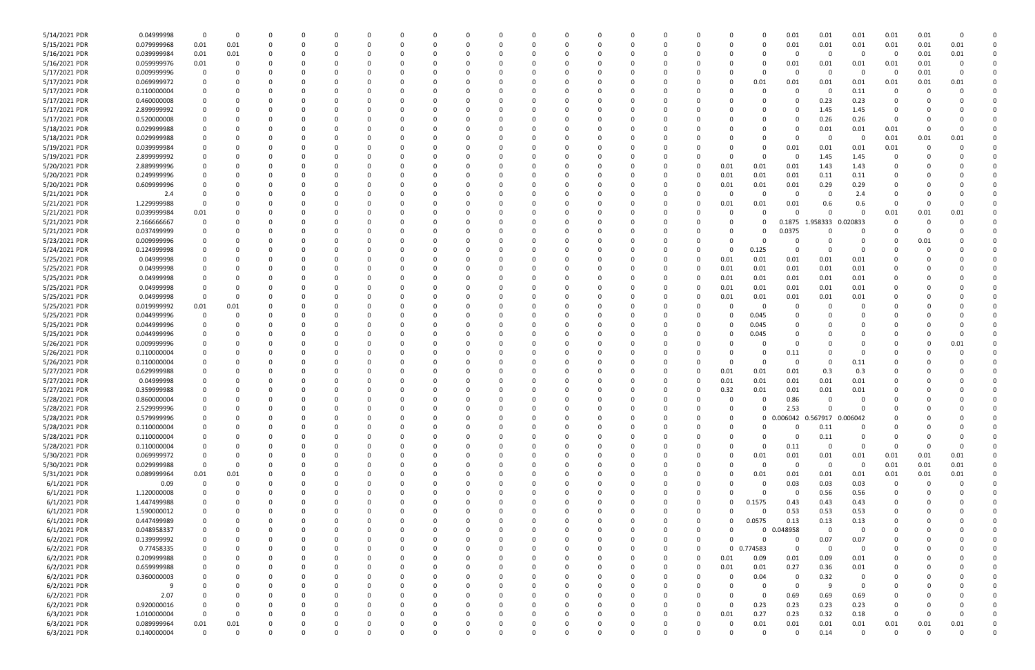| | | | | | | | | | | | | | | | | | | | | | | | | | | |
|---|---|---|---|---|---|---|---|---|---|---|---|---|---|---|---|---|---|---|---|---|---|---|---|---|---|---|
| 5/14/2021 PDR | 0.04999998 | 0 | 0 | 0 | 0 | 0 | 0 | 0 | 0 | 0 | 0 | 0 | 0 | 0 | 0 | 0 | 0 | 0 | 0 | 0.01 | 0.01 | 0.01 | 0.01 | 0.01 | 0 | 0 |
| 5/15/2021 PDR | 0.079999968 | 0.01 | 0.01 | 0 | 0 | 0 | 0 | 0 | 0 | 0 | 0 | 0 | 0 | 0 | 0 | 0 | 0 | 0 | 0 | 0.01 | 0.01 | 0.01 | 0.01 | 0.01 | 0.01 | 0 |
| 5/16/2021 PDR | 0.039999984 | 0.01 | 0.01 | 0 | 0 | 0 | 0 | 0 | 0 | 0 | 0 | 0 | 0 | 0 | 0 | 0 | 0 | 0 | 0 | 0 | 0 | 0 | 0 | 0.01 | 0.01 | 0 |
| 5/16/2021 PDR | 0.059999976 | 0.01 | 0 | 0 | 0 | 0 | 0 | 0 | 0 | 0 | 0 | 0 | 0 | 0 | 0 | 0 | 0 | 0 | 0 | 0.01 | 0.01 | 0.01 | 0.01 | 0.01 | 0 | 0 |
| 5/17/2021 PDR | 0.009999996 | 0 | 0 | 0 | 0 | 0 | 0 | 0 | 0 | 0 | 0 | 0 | 0 | 0 | 0 | 0 | 0 | 0 | 0 | 0 | 0 | 0 | 0 | 0.01 | 0 | 0 |
| 5/17/2021 PDR | 0.069999972 | 0 | 0 | 0 | 0 | 0 | 0 | 0 | 0 | 0 | 0 | 0 | 0 | 0 | 0 | 0 | 0 | 0 | 0.01 | 0.01 | 0.01 | 0.01 | 0.01 | 0.01 | 0.01 | 0 |
| 5/17/2021 PDR | 0.110000004 | 0 | 0 | 0 | 0 | 0 | 0 | 0 | 0 | 0 | 0 | 0 | 0 | 0 | 0 | 0 | 0 | 0 | 0 | 0 | 0 | 0.11 | 0 | 0 | 0 | 0 |
| 5/17/2021 PDR | 0.460000008 | 0 | 0 | 0 | 0 | 0 | 0 | 0 | 0 | 0 | 0 | 0 | 0 | 0 | 0 | 0 | 0 | 0 | 0 | 0 | 0.23 | 0.23 | 0 | 0 | 0 | 0 |
| 5/17/2021 PDR | 2.899999992 | 0 | 0 | 0 | 0 | 0 | 0 | 0 | 0 | 0 | 0 | 0 | 0 | 0 | 0 | 0 | 0 | 0 | 0 | 0 | 1.45 | 1.45 | 0 | 0 | 0 | 0 |
| 5/17/2021 PDR | 0.520000008 | 0 | 0 | 0 | 0 | 0 | 0 | 0 | 0 | 0 | 0 | 0 | 0 | 0 | 0 | 0 | 0 | 0 | 0 | 0 | 0.26 | 0.26 | 0 | 0 | 0 | 0 |
| 5/18/2021 PDR | 0.029999988 | 0 | 0 | 0 | 0 | 0 | 0 | 0 | 0 | 0 | 0 | 0 | 0 | 0 | 0 | 0 | 0 | 0 | 0 | 0 | 0.01 | 0.01 | 0.01 | 0 | 0 | 0 |
| 5/18/2021 PDR | 0.029999988 | 0 | 0 | 0 | 0 | 0 | 0 | 0 | 0 | 0 | 0 | 0 | 0 | 0 | 0 | 0 | 0 | 0 | 0 | 0 | 0 | 0 | 0.01 | 0.01 | 0.01 | 0 |
| 5/19/2021 PDR | 0.039999984 | 0 | 0 | 0 | 0 | 0 | 0 | 0 | 0 | 0 | 0 | 0 | 0 | 0 | 0 | 0 | 0 | 0 | 0 | 0.01 | 0.01 | 0.01 | 0.01 | 0 | 0 | 0 |
| 5/19/2021 PDR | 2.899999992 | 0 | 0 | 0 | 0 | 0 | 0 | 0 | 0 | 0 | 0 | 0 | 0 | 0 | 0 | 0 | 0 | 0 | 0 | 0 | 1.45 | 1.45 | 0 | 0 | 0 | 0 |
| 5/20/2021 PDR | 2.889999996 | 0 | 0 | 0 | 0 | 0 | 0 | 0 | 0 | 0 | 0 | 0 | 0 | 0 | 0 | 0 | 0 | 0.01 | 0.01 | 0.01 | 1.43 | 1.43 | 0 | 0 | 0 | 0 |
| 5/20/2021 PDR | 0.249999996 | 0 | 0 | 0 | 0 | 0 | 0 | 0 | 0 | 0 | 0 | 0 | 0 | 0 | 0 | 0 | 0 | 0.01 | 0.01 | 0.01 | 0.11 | 0.11 | 0 | 0 | 0 | 0 |
| 5/20/2021 PDR | 0.609999996 | 0 | 0 | 0 | 0 | 0 | 0 | 0 | 0 | 0 | 0 | 0 | 0 | 0 | 0 | 0 | 0 | 0.01 | 0.01 | 0.01 | 0.29 | 0.29 | 0 | 0 | 0 | 0 |
| 5/21/2021 PDR | 2.4 | 0 | 0 | 0 | 0 | 0 | 0 | 0 | 0 | 0 | 0 | 0 | 0 | 0 | 0 | 0 | 0 | 0 | 0 | 0 | 0 | 2.4 | 0 | 0 | 0 | 0 |
| 5/21/2021 PDR | 1.229999988 | 0 | 0 | 0 | 0 | 0 | 0 | 0 | 0 | 0 | 0 | 0 | 0 | 0 | 0 | 0 | 0 | 0.01 | 0.01 | 0.01 | 0.6 | 0.6 | 0 | 0 | 0 | 0 |
| 5/21/2021 PDR | 0.039999984 | 0.01 | 0 | 0 | 0 | 0 | 0 | 0 | 0 | 0 | 0 | 0 | 0 | 0 | 0 | 0 | 0 | 0 | 0 | 0 | 0 | 0 | 0.01 | 0.01 | 0.01 | 0 |
| 5/21/2021 PDR | 2.166666667 | 0 | 0 | 0 | 0 | 0 | 0 | 0 | 0 | 0 | 0 | 0 | 0 | 0 | 0 | 0 | 0 | 0 | 0 | 0.1875 | 1.958333 | 0.020833 | 0 | 0 | 0 | 0 |
| 5/21/2021 PDR | 0.037499999 | 0 | 0 | 0 | 0 | 0 | 0 | 0 | 0 | 0 | 0 | 0 | 0 | 0 | 0 | 0 | 0 | 0 | 0 | 0.0375 | 0 | 0 | 0 | 0 | 0 | 0 |
| 5/23/2021 PDR | 0.009999996 | 0 | 0 | 0 | 0 | 0 | 0 | 0 | 0 | 0 | 0 | 0 | 0 | 0 | 0 | 0 | 0 | 0 | 0 | 0 | 0 | 0 | 0 | 0 | 0.01 | 0 |
| 5/24/2021 PDR | 0.124999998 | 0 | 0 | 0 | 0 | 0 | 0 | 0 | 0 | 0 | 0 | 0 | 0 | 0 | 0 | 0 | 0 | 0 | 0.125 | 0 | 0 | 0 | 0 | 0 | 0 | 0 |
| 5/25/2021 PDR | 0.04999998 | 0 | 0 | 0 | 0 | 0 | 0 | 0 | 0 | 0 | 0 | 0 | 0 | 0 | 0 | 0 | 0 | 0.01 | 0.01 | 0.01 | 0.01 | 0.01 | 0 | 0 | 0 | 0 |
| 5/25/2021 PDR | 0.04999998 | 0 | 0 | 0 | 0 | 0 | 0 | 0 | 0 | 0 | 0 | 0 | 0 | 0 | 0 | 0 | 0 | 0.01 | 0.01 | 0.01 | 0.01 | 0.01 | 0 | 0 | 0 | 0 |
| 5/25/2021 PDR | 0.04999998 | 0 | 0 | 0 | 0 | 0 | 0 | 0 | 0 | 0 | 0 | 0 | 0 | 0 | 0 | 0 | 0 | 0.01 | 0.01 | 0.01 | 0.01 | 0.01 | 0 | 0 | 0 | 0 |
| 5/25/2021 PDR | 0.04999998 | 0 | 0 | 0 | 0 | 0 | 0 | 0 | 0 | 0 | 0 | 0 | 0 | 0 | 0 | 0 | 0 | 0.01 | 0.01 | 0.01 | 0.01 | 0.01 | 0 | 0 | 0 | 0 |
| 5/25/2021 PDR | 0.04999998 | 0 | 0 | 0 | 0 | 0 | 0 | 0 | 0 | 0 | 0 | 0 | 0 | 0 | 0 | 0 | 0 | 0.01 | 0.01 | 0.01 | 0.01 | 0.01 | 0 | 0 | 0 | 0 |
| 5/25/2021 PDR | 0.019999992 | 0.01 | 0.01 | 0 | 0 | 0 | 0 | 0 | 0 | 0 | 0 | 0 | 0 | 0 | 0 | 0 | 0 | 0 | 0 | 0 | 0 | 0 | 0 | 0 | 0 | 0 |
| 5/25/2021 PDR | 0.044999996 | 0 | 0 | 0 | 0 | 0 | 0 | 0 | 0 | 0 | 0 | 0 | 0 | 0 | 0 | 0 | 0 | 0 | 0.045 | 0 | 0 | 0 | 0 | 0 | 0 | 0 |
| 5/25/2021 PDR | 0.044999996 | 0 | 0 | 0 | 0 | 0 | 0 | 0 | 0 | 0 | 0 | 0 | 0 | 0 | 0 | 0 | 0 | 0 | 0.045 | 0 | 0 | 0 | 0 | 0 | 0 | 0 |
| 5/25/2021 PDR | 0.044999996 | 0 | 0 | 0 | 0 | 0 | 0 | 0 | 0 | 0 | 0 | 0 | 0 | 0 | 0 | 0 | 0 | 0 | 0.045 | 0 | 0 | 0 | 0 | 0 | 0 | 0 |
| 5/26/2021 PDR | 0.009999996 | 0 | 0 | 0 | 0 | 0 | 0 | 0 | 0 | 0 | 0 | 0 | 0 | 0 | 0 | 0 | 0 | 0 | 0 | 0 | 0 | 0 | 0 | 0 | 0.01 | 0 |
| 5/26/2021 PDR | 0.110000004 | 0 | 0 | 0 | 0 | 0 | 0 | 0 | 0 | 0 | 0 | 0 | 0 | 0 | 0 | 0 | 0 | 0 | 0 | 0.11 | 0 | 0 | 0 | 0 | 0 | 0 |
| 5/26/2021 PDR | 0.110000004 | 0 | 0 | 0 | 0 | 0 | 0 | 0 | 0 | 0 | 0 | 0 | 0 | 0 | 0 | 0 | 0 | 0 | 0 | 0 | 0 | 0.11 | 0 | 0 | 0 | 0 |
| 5/27/2021 PDR | 0.629999988 | 0 | 0 | 0 | 0 | 0 | 0 | 0 | 0 | 0 | 0 | 0 | 0 | 0 | 0 | 0 | 0 | 0.01 | 0.01 | 0.01 | 0.3 | 0.3 | 0 | 0 | 0 | 0 |
| 5/27/2021 PDR | 0.04999998 | 0 | 0 | 0 | 0 | 0 | 0 | 0 | 0 | 0 | 0 | 0 | 0 | 0 | 0 | 0 | 0 | 0.01 | 0.01 | 0.01 | 0.01 | 0.01 | 0 | 0 | 0 | 0 |
| 5/27/2021 PDR | 0.359999988 | 0 | 0 | 0 | 0 | 0 | 0 | 0 | 0 | 0 | 0 | 0 | 0 | 0 | 0 | 0 | 0 | 0.32 | 0.01 | 0.01 | 0.01 | 0.01 | 0 | 0 | 0 | 0 |
| 5/28/2021 PDR | 0.860000004 | 0 | 0 | 0 | 0 | 0 | 0 | 0 | 0 | 0 | 0 | 0 | 0 | 0 | 0 | 0 | 0 | 0 | 0 | 0.86 | 0 | 0 | 0 | 0 | 0 | 0 |
| 5/28/2021 PDR | 2.529999996 | 0 | 0 | 0 | 0 | 0 | 0 | 0 | 0 | 0 | 0 | 0 | 0 | 0 | 0 | 0 | 0 | 0 | 0 | 2.53 | 0 | 0 | 0 | 0 | 0 | 0 |
| 5/28/2021 PDR | 0.579999996 | 0 | 0 | 0 | 0 | 0 | 0 | 0 | 0 | 0 | 0 | 0 | 0 | 0 | 0 | 0 | 0 | 0 | 0 | 0.006042 | 0.567917 | 0.006042 | 0 | 0 | 0 | 0 |
| 5/28/2021 PDR | 0.110000004 | 0 | 0 | 0 | 0 | 0 | 0 | 0 | 0 | 0 | 0 | 0 | 0 | 0 | 0 | 0 | 0 | 0 | 0 | 0 | 0.11 | 0 | 0 | 0 | 0 | 0 |
| 5/28/2021 PDR | 0.110000004 | 0 | 0 | 0 | 0 | 0 | 0 | 0 | 0 | 0 | 0 | 0 | 0 | 0 | 0 | 0 | 0 | 0 | 0 | 0 | 0.11 | 0 | 0 | 0 | 0 | 0 |
| 5/28/2021 PDR | 0.110000004 | 0 | 0 | 0 | 0 | 0 | 0 | 0 | 0 | 0 | 0 | 0 | 0 | 0 | 0 | 0 | 0 | 0 | 0 | 0.11 | 0 | 0 | 0 | 0 | 0 | 0 |
| 5/30/2021 PDR | 0.069999972 | 0 | 0 | 0 | 0 | 0 | 0 | 0 | 0 | 0 | 0 | 0 | 0 | 0 | 0 | 0 | 0 | 0 | 0.01 | 0.01 | 0.01 | 0.01 | 0.01 | 0.01 | 0.01 | 0 |
| 5/30/2021 PDR | 0.029999988 | 0 | 0 | 0 | 0 | 0 | 0 | 0 | 0 | 0 | 0 | 0 | 0 | 0 | 0 | 0 | 0 | 0 | 0 | 0 | 0 | 0 | 0.01 | 0.01 | 0.01 | 0 |
| 5/31/2021 PDR | 0.089999964 | 0.01 | 0.01 | 0 | 0 | 0 | 0 | 0 | 0 | 0 | 0 | 0 | 0 | 0 | 0 | 0 | 0 | 0 | 0.01 | 0.01 | 0.01 | 0.01 | 0.01 | 0.01 | 0.01 | 0 |
| 6/1/2021 PDR | 0.09 | 0 | 0 | 0 | 0 | 0 | 0 | 0 | 0 | 0 | 0 | 0 | 0 | 0 | 0 | 0 | 0 | 0 | 0 | 0.03 | 0.03 | 0.03 | 0 | 0 | 0 | 0 |
| 6/1/2021 PDR | 1.120000008 | 0 | 0 | 0 | 0 | 0 | 0 | 0 | 0 | 0 | 0 | 0 | 0 | 0 | 0 | 0 | 0 | 0 | 0 | 0 | 0.56 | 0.56 | 0 | 0 | 0 | 0 |
| 6/1/2021 PDR | 1.447499988 | 0 | 0 | 0 | 0 | 0 | 0 | 0 | 0 | 0 | 0 | 0 | 0 | 0 | 0 | 0 | 0 | 0 | 0.1575 | 0.43 | 0.43 | 0.43 | 0 | 0 | 0 | 0 |
| 6/1/2021 PDR | 1.590000012 | 0 | 0 | 0 | 0 | 0 | 0 | 0 | 0 | 0 | 0 | 0 | 0 | 0 | 0 | 0 | 0 | 0 | 0 | 0.53 | 0.53 | 0.53 | 0 | 0 | 0 | 0 |
| 6/1/2021 PDR | 0.447499989 | 0 | 0 | 0 | 0 | 0 | 0 | 0 | 0 | 0 | 0 | 0 | 0 | 0 | 0 | 0 | 0 | 0 | 0.0575 | 0.13 | 0.13 | 0.13 | 0 | 0 | 0 | 0 |
| 6/1/2021 PDR | 0.048958337 | 0 | 0 | 0 | 0 | 0 | 0 | 0 | 0 | 0 | 0 | 0 | 0 | 0 | 0 | 0 | 0 | 0 | 0 | 0.048958 | 0 | 0 | 0 | 0 | 0 | 0 |
| 6/2/2021 PDR | 0.139999992 | 0 | 0 | 0 | 0 | 0 | 0 | 0 | 0 | 0 | 0 | 0 | 0 | 0 | 0 | 0 | 0 | 0 | 0 | 0 | 0.07 | 0.07 | 0 | 0 | 0 | 0 |
| 6/2/2021 PDR | 0.77458335 | 0 | 0 | 0 | 0 | 0 | 0 | 0 | 0 | 0 | 0 | 0 | 0 | 0 | 0 | 0 | 0 | 0 | 0.774583 | 0 | 0 | 0 | 0 | 0 | 0 | 0 |
| 6/2/2021 PDR | 0.209999988 | 0 | 0 | 0 | 0 | 0 | 0 | 0 | 0 | 0 | 0 | 0 | 0 | 0 | 0 | 0 | 0 | 0.01 | 0.09 | 0.01 | 0.09 | 0.01 | 0 | 0 | 0 | 0 |
| 6/2/2021 PDR | 0.659999988 | 0 | 0 | 0 | 0 | 0 | 0 | 0 | 0 | 0 | 0 | 0 | 0 | 0 | 0 | 0 | 0 | 0.01 | 0.01 | 0.27 | 0.36 | 0.01 | 0 | 0 | 0 | 0 |
| 6/2/2021 PDR | 0.360000003 | 0 | 0 | 0 | 0 | 0 | 0 | 0 | 0 | 0 | 0 | 0 | 0 | 0 | 0 | 0 | 0 | 0 | 0.04 | 0 | 0.32 | 0 | 0 | 0 | 0 | 0 |
| 6/2/2021 PDR | 9 | 0 | 0 | 0 | 0 | 0 | 0 | 0 | 0 | 0 | 0 | 0 | 0 | 0 | 0 | 0 | 0 | 0 | 0 | 0 | 9 | 0 | 0 | 0 | 0 | 0 |
| 6/2/2021 PDR | 2.07 | 0 | 0 | 0 | 0 | 0 | 0 | 0 | 0 | 0 | 0 | 0 | 0 | 0 | 0 | 0 | 0 | 0 | 0 | 0.69 | 0.69 | 0.69 | 0 | 0 | 0 | 0 |
| 6/2/2021 PDR | 0.920000016 | 0 | 0 | 0 | 0 | 0 | 0 | 0 | 0 | 0 | 0 | 0 | 0 | 0 | 0 | 0 | 0 | 0 | 0.23 | 0.23 | 0.23 | 0.23 | 0 | 0 | 0 | 0 |
| 6/3/2021 PDR | 1.010000004 | 0 | 0 | 0 | 0 | 0 | 0 | 0 | 0 | 0 | 0 | 0 | 0 | 0 | 0 | 0 | 0 | 0.01 | 0.27 | 0.23 | 0.32 | 0.18 | 0 | 0 | 0 | 0 |
| 6/3/2021 PDR | 0.089999964 | 0.01 | 0.01 | 0 | 0 | 0 | 0 | 0 | 0 | 0 | 0 | 0 | 0 | 0 | 0 | 0 | 0 | 0 | 0.01 | 0.01 | 0.01 | 0.01 | 0.01 | 0.01 | 0.01 | 0 |
| 6/3/2021 PDR | 0.140000004 | 0 | 0 | 0 | 0 | 0 | 0 | 0 | 0 | 0 | 0 | 0 | 0 | 0 | 0 | 0 | 0 | 0 | 0 | 0 | 0.14 | 0 | 0 | 0 | 0 | 0 |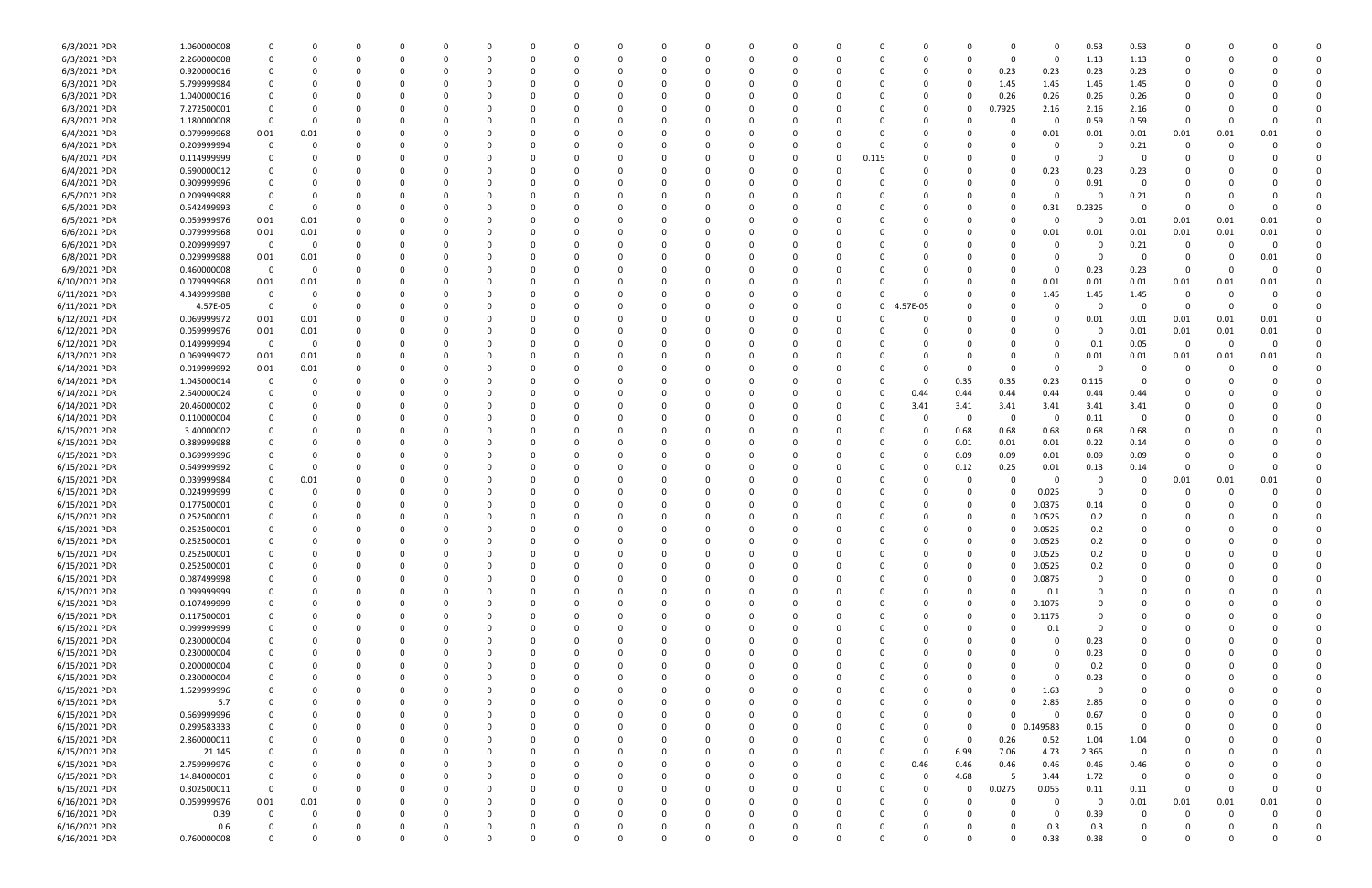| | | | | | | | | | | | | | | | | | | | | | | | | | | | | | | | |
|---|---|---|---|---|---|---|---|---|---|---|---|---|---|---|---|---|---|---|---|---|---|---|---|---|---|---|---|---|---|---|---|
| 6/3/2021 PDR | 1.060000008 | 0 | 0 | 0 | 0 | 0 | 0 | 0 | 0 | 0 | 0 | 0 | 0 | 0 | 0 | 0 | 0 | 0 | 0 | 0 | 0 | 0 | 0 | 0.53 | 0.53 | 0 | 0 | 0 | | 0 |
| 6/3/2021 PDR | 2.260000008 | 0 | 0 | 0 | 0 | 0 | 0 | 0 | 0 | 0 | 0 | 0 | 0 | 0 | 0 | 0 | 0 | 0 | 0 | 0 | 0 | 0 | 0 | 1.13 | 1.13 | 0 | 0 | 0 | | 0 |
| 6/3/2021 PDR | 0.920000016 | 0 | 0 | 0 | 0 | 0 | 0 | 0 | 0 | 0 | 0 | 0 | 0 | 0 | 0 | 0 | 0 | 0 | 0 | 0 | 0 | 0 | 0.23 | 0.23 | 0.23 | 0.23 | 0 | 0 | 0 | | 0 |
| 6/3/2021 PDR | 5.799999984 | 0 | 0 | 0 | 0 | 0 | 0 | 0 | 0 | 0 | 0 | 0 | 0 | 0 | 0 | 0 | 0 | 0 | 0 | 0 | 0 | 0 | 1.45 | 1.45 | 1.45 | 1.45 | 0 | 0 | 0 | | 0 |
| 6/3/2021 PDR | 1.040000016 | 0 | 0 | 0 | 0 | 0 | 0 | 0 | 0 | 0 | 0 | 0 | 0 | 0 | 0 | 0 | 0 | 0 | 0 | 0 | 0 | 0 | 0.26 | 0.26 | 0.26 | 0.26 | 0 | 0 | 0 | | 0 |
| 6/3/2021 PDR | 7.272500001 | 0 | 0 | 0 | 0 | 0 | 0 | 0 | 0 | 0 | 0 | 0 | 0 | 0 | 0 | 0 | 0 | 0 | 0 | 0 | 0 | 0 | 0.7925 | 2.16 | 2.16 | 2.16 | 0 | 0 | 0 | | 0 |
| 6/3/2021 PDR | 1.180000008 | 0 | 0 | 0 | 0 | 0 | 0 | 0 | 0 | 0 | 0 | 0 | 0 | 0 | 0 | 0 | 0 | 0 | 0 | 0 | 0 | 0 | 0 | 0 | 0.59 | 0.59 | 0 | 0 | 0 | | 0 |
| 6/4/2021 PDR | 0.079999968 | 0.01 | 0.01 | 0 | 0 | 0 | 0 | 0 | 0 | 0 | 0 | 0 | 0 | 0 | 0 | 0 | 0 | 0 | 0 | 0 | 0 | 0 | 0 | 0.01 | 0.01 | 0.01 | 0.01 | 0.01 | 0.01 | | 0 |
| 6/4/2021 PDR | 0.209999994 | 0 | 0 | 0 | 0 | 0 | 0 | 0 | 0 | 0 | 0 | 0 | 0 | 0 | 0 | 0 | 0 | 0 | 0 | 0 | 0 | 0 | 0 | 0 | 0 | 0.21 | 0 | 0 | 0 | | 0 |
| 6/4/2021 PDR | 0.114999999 | 0 | 0 | 0 | 0 | 0 | 0 | 0 | 0 | 0 | 0 | 0 | 0 | 0 | 0 | 0 | 0.115 | 0 | 0 | 0 | 0 | 0 | 0 | 0 | 0 | 0 | 0 | 0 | 0 | | 0 |
| 6/4/2021 PDR | 0.690000012 | 0 | 0 | 0 | 0 | 0 | 0 | 0 | 0 | 0 | 0 | 0 | 0 | 0 | 0 | 0 | 0 | 0 | 0 | 0 | 0 | 0 | 0 | 0.23 | 0.23 | 0.23 | 0 | 0 | 0 | | 0 |
| 6/4/2021 PDR | 0.909999996 | 0 | 0 | 0 | 0 | 0 | 0 | 0 | 0 | 0 | 0 | 0 | 0 | 0 | 0 | 0 | 0 | 0 | 0 | 0 | 0 | 0 | 0 | 0 | 0.91 | 0 | 0 | 0 | 0 | | 0 |
| 6/5/2021 PDR | 0.209999988 | 0 | 0 | 0 | 0 | 0 | 0 | 0 | 0 | 0 | 0 | 0 | 0 | 0 | 0 | 0 | 0 | 0 | 0 | 0 | 0 | 0 | 0 | 0 | 0 | 0.21 | 0 | 0 | 0 | | 0 |
| 6/5/2021 PDR | 0.542499993 | 0 | 0 | 0 | 0 | 0 | 0 | 0 | 0 | 0 | 0 | 0 | 0 | 0 | 0 | 0 | 0 | 0 | 0 | 0 | 0 | 0 | 0 | 0.31 | 0.2325 | 0 | 0 | 0 | 0 | | 0 |
| 6/5/2021 PDR | 0.059999976 | 0.01 | 0.01 | 0 | 0 | 0 | 0 | 0 | 0 | 0 | 0 | 0 | 0 | 0 | 0 | 0 | 0 | 0 | 0 | 0 | 0 | 0 | 0 | 0 | 0 | 0.01 | 0.01 | 0.01 | 0.01 | | 0 |
| 6/6/2021 PDR | 0.079999968 | 0.01 | 0.01 | 0 | 0 | 0 | 0 | 0 | 0 | 0 | 0 | 0 | 0 | 0 | 0 | 0 | 0 | 0 | 0 | 0 | 0 | 0 | 0 | 0.01 | 0.01 | 0.01 | 0.01 | 0.01 | 0.01 | | 0 |
| 6/6/2021 PDR | 0.209999997 | 0 | 0 | 0 | 0 | 0 | 0 | 0 | 0 | 0 | 0 | 0 | 0 | 0 | 0 | 0 | 0 | 0 | 0 | 0 | 0 | 0 | 0 | 0 | 0 | 0.21 | 0 | 0 | 0 | | 0 |
| 6/8/2021 PDR | 0.029999988 | 0.01 | 0.01 | 0 | 0 | 0 | 0 | 0 | 0 | 0 | 0 | 0 | 0 | 0 | 0 | 0 | 0 | 0 | 0 | 0 | 0 | 0 | 0 | 0 | 0 | 0 | 0 | 0 | 0.01 | | 0 |
| 6/9/2021 PDR | 0.460000008 | 0 | 0 | 0 | 0 | 0 | 0 | 0 | 0 | 0 | 0 | 0 | 0 | 0 | 0 | 0 | 0 | 0 | 0 | 0 | 0 | 0 | 0 | 0 | 0.23 | 0.23 | 0 | 0 | 0 | | 0 |
| 6/10/2021 PDR | 0.079999968 | 0.01 | 0.01 | 0 | 0 | 0 | 0 | 0 | 0 | 0 | 0 | 0 | 0 | 0 | 0 | 0 | 0 | 0 | 0 | 0 | 0 | 0 | 0 | 0.01 | 0.01 | 0.01 | 0.01 | 0.01 | 0.01 | | 0 |
| 6/11/2021 PDR | 4.349999988 | 0 | 0 | 0 | 0 | 0 | 0 | 0 | 0 | 0 | 0 | 0 | 0 | 0 | 0 | 0 | 0 | 0 | 0 | 0 | 0 | 0 | 0 | 1.45 | 1.45 | 1.45 | 0 | 0 | 0 | | 0 |
| 6/11/2021 PDR | 4.57E-05 | 0 | 0 | 0 | 0 | 0 | 0 | 0 | 0 | 0 | 0 | 0 | 0 | 0 | 0 | 0 | 0 | 0 | 0 | 4.57E-05 | 0 | 0 | 0 | 0 | 0 | 0 | 0 | 0 | 0 | | 0 |
| 6/12/2021 PDR | 0.069999972 | 0.01 | 0.01 | 0 | 0 | 0 | 0 | 0 | 0 | 0 | 0 | 0 | 0 | 0 | 0 | 0 | 0 | 0 | 0 | 0 | 0 | 0 | 0 | 0 | 0.01 | 0.01 | 0.01 | 0.01 | 0.01 | | 0 |
| 6/12/2021 PDR | 0.059999976 | 0.01 | 0.01 | 0 | 0 | 0 | 0 | 0 | 0 | 0 | 0 | 0 | 0 | 0 | 0 | 0 | 0 | 0 | 0 | 0 | 0 | 0 | 0 | 0 | 0 | 0.01 | 0.01 | 0.01 | 0.01 | | 0 |
| 6/12/2021 PDR | 0.149999994 | 0 | 0 | 0 | 0 | 0 | 0 | 0 | 0 | 0 | 0 | 0 | 0 | 0 | 0 | 0 | 0 | 0 | 0 | 0 | 0 | 0 | 0 | 0 | 0.1 | 0.05 | 0 | 0 | 0 | | 0 |
| 6/13/2021 PDR | 0.069999972 | 0.01 | 0.01 | 0 | 0 | 0 | 0 | 0 | 0 | 0 | 0 | 0 | 0 | 0 | 0 | 0 | 0 | 0 | 0 | 0 | 0 | 0 | 0 | 0 | 0.01 | 0.01 | 0.01 | 0.01 | 0.01 | | 0 |
| 6/14/2021 PDR | 0.019999992 | 0.01 | 0.01 | 0 | 0 | 0 | 0 | 0 | 0 | 0 | 0 | 0 | 0 | 0 | 0 | 0 | 0 | 0 | 0 | 0 | 0 | 0 | 0 | 0 | 0 | 0 | 0 | 0 | 0 | | 0 |
| 6/14/2021 PDR | 1.045000014 | 0 | 0 | 0 | 0 | 0 | 0 | 0 | 0 | 0 | 0 | 0 | 0 | 0 | 0 | 0 | 0 | 0 | 0 | 0 | 0 | 0.35 | 0.35 | 0.23 | 0.115 | 0 | 0 | 0 | 0 | | 0 |
| 6/14/2021 PDR | 2.640000024 | 0 | 0 | 0 | 0 | 0 | 0 | 0 | 0 | 0 | 0 | 0 | 0 | 0 | 0 | 0 | 0 | 0 | 0 | 0 | 0.44 | 0.44 | 0.44 | 0.44 | 0.44 | 0.44 | 0 | 0 | 0 | | 0 |
| 6/14/2021 PDR | 20.46000002 | 0 | 0 | 0 | 0 | 0 | 0 | 0 | 0 | 0 | 0 | 0 | 0 | 0 | 0 | 0 | 0 | 0 | 0 | 0 | 3.41 | 3.41 | 3.41 | 3.41 | 3.41 | 3.41 | 0 | 0 | 0 | | 0 |
| 6/14/2021 PDR | 0.110000004 | 0 | 0 | 0 | 0 | 0 | 0 | 0 | 0 | 0 | 0 | 0 | 0 | 0 | 0 | 0 | 0 | 0 | 0 | 0 | 0 | 0 | 0 | 0 | 0.11 | 0 | 0 | 0 | 0 | | 0 |
| 6/15/2021 PDR | 3.40000002 | 0 | 0 | 0 | 0 | 0 | 0 | 0 | 0 | 0 | 0 | 0 | 0 | 0 | 0 | 0 | 0 | 0 | 0 | 0 | 0 | 0.68 | 0.68 | 0.68 | 0.68 | 0.68 | 0 | 0 | 0 | | 0 |
| 6/15/2021 PDR | 0.389999988 | 0 | 0 | 0 | 0 | 0 | 0 | 0 | 0 | 0 | 0 | 0 | 0 | 0 | 0 | 0 | 0 | 0 | 0 | 0 | 0 | 0.01 | 0.01 | 0.01 | 0.22 | 0.14 | 0 | 0 | 0 | | 0 |
| 6/15/2021 PDR | 0.369999996 | 0 | 0 | 0 | 0 | 0 | 0 | 0 | 0 | 0 | 0 | 0 | 0 | 0 | 0 | 0 | 0 | 0 | 0 | 0 | 0 | 0.09 | 0.09 | 0.01 | 0.09 | 0.09 | 0 | 0 | 0 | | 0 |
| 6/15/2021 PDR | 0.649999992 | 0 | 0 | 0 | 0 | 0 | 0 | 0 | 0 | 0 | 0 | 0 | 0 | 0 | 0 | 0 | 0 | 0 | 0 | 0 | 0 | 0.12 | 0.25 | 0.01 | 0.13 | 0.14 | 0 | 0 | 0 | | 0 |
| 6/15/2021 PDR | 0.039999984 | 0 | 0.01 | 0 | 0 | 0 | 0 | 0 | 0 | 0 | 0 | 0 | 0 | 0 | 0 | 0 | 0 | 0 | 0 | 0 | 0 | 0 | 0 | 0 | 0 | 0 | 0.01 | 0.01 | 0.01 | | 0 |
| 6/15/2021 PDR | 0.024999999 | 0 | 0 | 0 | 0 | 0 | 0 | 0 | 0 | 0 | 0 | 0 | 0 | 0 | 0 | 0 | 0 | 0 | 0 | 0 | 0 | 0 | 0 | 0.025 | 0 | 0 | 0 | 0 | 0 | | 0 |
| 6/15/2021 PDR | 0.177500001 | 0 | 0 | 0 | 0 | 0 | 0 | 0 | 0 | 0 | 0 | 0 | 0 | 0 | 0 | 0 | 0 | 0 | 0 | 0 | 0 | 0 | 0 | 0.0375 | 0.14 | 0 | 0 | 0 | 0 | | 0 |
| 6/15/2021 PDR | 0.252500001 | 0 | 0 | 0 | 0 | 0 | 0 | 0 | 0 | 0 | 0 | 0 | 0 | 0 | 0 | 0 | 0 | 0 | 0 | 0 | 0 | 0 | 0 | 0.0525 | 0.2 | 0 | 0 | 0 | 0 | | 0 |
| 6/15/2021 PDR | 0.252500001 | 0 | 0 | 0 | 0 | 0 | 0 | 0 | 0 | 0 | 0 | 0 | 0 | 0 | 0 | 0 | 0 | 0 | 0 | 0 | 0 | 0 | 0 | 0.0525 | 0.2 | 0 | 0 | 0 | 0 | | 0 |
| 6/15/2021 PDR | 0.252500001 | 0 | 0 | 0 | 0 | 0 | 0 | 0 | 0 | 0 | 0 | 0 | 0 | 0 | 0 | 0 | 0 | 0 | 0 | 0 | 0 | 0 | 0 | 0.0525 | 0.2 | 0 | 0 | 0 | 0 | | 0 |
| 6/15/2021 PDR | 0.252500001 | 0 | 0 | 0 | 0 | 0 | 0 | 0 | 0 | 0 | 0 | 0 | 0 | 0 | 0 | 0 | 0 | 0 | 0 | 0 | 0 | 0 | 0 | 0.0525 | 0.2 | 0 | 0 | 0 | 0 | | 0 |
| 6/15/2021 PDR | 0.252500001 | 0 | 0 | 0 | 0 | 0 | 0 | 0 | 0 | 0 | 0 | 0 | 0 | 0 | 0 | 0 | 0 | 0 | 0 | 0 | 0 | 0 | 0 | 0.0525 | 0.2 | 0 | 0 | 0 | 0 | | 0 |
| 6/15/2021 PDR | 0.087499998 | 0 | 0 | 0 | 0 | 0 | 0 | 0 | 0 | 0 | 0 | 0 | 0 | 0 | 0 | 0 | 0 | 0 | 0 | 0 | 0 | 0 | 0 | 0.0875 | 0 | 0 | 0 | 0 | 0 | | 0 |
| 6/15/2021 PDR | 0.099999999 | 0 | 0 | 0 | 0 | 0 | 0 | 0 | 0 | 0 | 0 | 0 | 0 | 0 | 0 | 0 | 0 | 0 | 0 | 0 | 0 | 0 | 0 | 0.1 | 0 | 0 | 0 | 0 | 0 | | 0 |
| 6/15/2021 PDR | 0.107499999 | 0 | 0 | 0 | 0 | 0 | 0 | 0 | 0 | 0 | 0 | 0 | 0 | 0 | 0 | 0 | 0 | 0 | 0 | 0 | 0 | 0 | 0 | 0.1075 | 0 | 0 | 0 | 0 | 0 | | 0 |
| 6/15/2021 PDR | 0.117500001 | 0 | 0 | 0 | 0 | 0 | 0 | 0 | 0 | 0 | 0 | 0 | 0 | 0 | 0 | 0 | 0 | 0 | 0 | 0 | 0 | 0 | 0 | 0.1175 | 0 | 0 | 0 | 0 | 0 | | 0 |
| 6/15/2021 PDR | 0.099999999 | 0 | 0 | 0 | 0 | 0 | 0 | 0 | 0 | 0 | 0 | 0 | 0 | 0 | 0 | 0 | 0 | 0 | 0 | 0 | 0 | 0 | 0 | 0.1 | 0 | 0 | 0 | 0 | 0 | | 0 |
| 6/15/2021 PDR | 0.230000004 | 0 | 0 | 0 | 0 | 0 | 0 | 0 | 0 | 0 | 0 | 0 | 0 | 0 | 0 | 0 | 0 | 0 | 0 | 0 | 0 | 0 | 0 | 0 | 0.23 | 0 | 0 | 0 | 0 | | 0 |
| 6/15/2021 PDR | 0.230000004 | 0 | 0 | 0 | 0 | 0 | 0 | 0 | 0 | 0 | 0 | 0 | 0 | 0 | 0 | 0 | 0 | 0 | 0 | 0 | 0 | 0 | 0 | 0 | 0.23 | 0 | 0 | 0 | 0 | | 0 |
| 6/15/2021 PDR | 0.200000004 | 0 | 0 | 0 | 0 | 0 | 0 | 0 | 0 | 0 | 0 | 0 | 0 | 0 | 0 | 0 | 0 | 0 | 0 | 0 | 0 | 0 | 0 | 0 | 0.2 | 0 | 0 | 0 | 0 | | 0 |
| 6/15/2021 PDR | 0.230000004 | 0 | 0 | 0 | 0 | 0 | 0 | 0 | 0 | 0 | 0 | 0 | 0 | 0 | 0 | 0 | 0 | 0 | 0 | 0 | 0 | 0 | 0 | 0 | 0.23 | 0 | 0 | 0 | 0 | | 0 |
| 6/15/2021 PDR | 1.629999996 | 0 | 0 | 0 | 0 | 0 | 0 | 0 | 0 | 0 | 0 | 0 | 0 | 0 | 0 | 0 | 0 | 0 | 0 | 0 | 0 | 0 | 0 | 1.63 | 0 | 0 | 0 | 0 | 0 | | 0 |
| 6/15/2021 PDR | 5.7 | 0 | 0 | 0 | 0 | 0 | 0 | 0 | 0 | 0 | 0 | 0 | 0 | 0 | 0 | 0 | 0 | 0 | 0 | 0 | 0 | 0 | 0 | 2.85 | 2.85 | 0 | 0 | 0 | 0 | | 0 |
| 6/15/2021 PDR | 0.669999996 | 0 | 0 | 0 | 0 | 0 | 0 | 0 | 0 | 0 | 0 | 0 | 0 | 0 | 0 | 0 | 0 | 0 | 0 | 0 | 0 | 0 | 0 | 0 | 0.67 | 0 | 0 | 0 | 0 | | 0 |
| 6/15/2021 PDR | 0.299583333 | 0 | 0 | 0 | 0 | 0 | 0 | 0 | 0 | 0 | 0 | 0 | 0 | 0 | 0 | 0 | 0 | 0 | 0 | 0 | 0 | 0 | 0 | 0.149583 | 0.15 | 0 | 0 | 0 | 0 | | 0 |
| 6/15/2021 PDR | 2.860000011 | 0 | 0 | 0 | 0 | 0 | 0 | 0 | 0 | 0 | 0 | 0 | 0 | 0 | 0 | 0 | 0 | 0 | 0 | 0 | 0 | 0 | 0.26 | 0.52 | 1.04 | 1.04 | 0 | 0 | 0 | | 0 |
| 6/15/2021 PDR | 21.145 | 0 | 0 | 0 | 0 | 0 | 0 | 0 | 0 | 0 | 0 | 0 | 0 | 0 | 0 | 0 | 0 | 0 | 0 | 0 | 0 | 6.99 | 7.06 | 4.73 | 2.365 | 0 | 0 | 0 | 0 | | 0 |
| 6/15/2021 PDR | 2.759999976 | 0 | 0 | 0 | 0 | 0 | 0 | 0 | 0 | 0 | 0 | 0 | 0 | 0 | 0 | 0 | 0 | 0 | 0 | 0 | 0.46 | 0.46 | 0.46 | 0.46 | 0.46 | 0.46 | 0 | 0 | 0 | | 0 |
| 6/15/2021 PDR | 14.84000001 | 0 | 0 | 0 | 0 | 0 | 0 | 0 | 0 | 0 | 0 | 0 | 0 | 0 | 0 | 0 | 0 | 0 | 0 | 0 | 0 | 4.68 | 5 | 3.44 | 1.72 | 0 | 0 | 0 | 0 | | 0 |
| 6/15/2021 PDR | 0.302500011 | 0 | 0 | 0 | 0 | 0 | 0 | 0 | 0 | 0 | 0 | 0 | 0 | 0 | 0 | 0 | 0 | 0 | 0 | 0 | 0 | 0 | 0.0275 | 0.055 | 0.11 | 0.11 | 0 | 0 | 0 | | 0 |
| 6/16/2021 PDR | 0.059999976 | 0.01 | 0.01 | 0 | 0 | 0 | 0 | 0 | 0 | 0 | 0 | 0 | 0 | 0 | 0 | 0 | 0 | 0 | 0 | 0 | 0 | 0 | 0 | 0 | 0 | 0.01 | 0.01 | 0.01 | 0.01 | | 0 |
| 6/16/2021 PDR | 0.39 | 0 | 0 | 0 | 0 | 0 | 0 | 0 | 0 | 0 | 0 | 0 | 0 | 0 | 0 | 0 | 0 | 0 | 0 | 0 | 0 | 0 | 0 | 0 | 0.39 | 0 | 0 | 0 | 0 | | 0 |
| 6/16/2021 PDR | 0.6 | 0 | 0 | 0 | 0 | 0 | 0 | 0 | 0 | 0 | 0 | 0 | 0 | 0 | 0 | 0 | 0 | 0 | 0 | 0 | 0 | 0 | 0 | 0.3 | 0.3 | 0 | 0 | 0 | 0 | | 0 |
| 6/16/2021 PDR | 0.760000008 | 0 | 0 | 0 | 0 | 0 | 0 | 0 | 0 | 0 | 0 | 0 | 0 | 0 | 0 | 0 | 0 | 0 | 0 | 0 | 0 | 0 | 0 | 0.38 | 0.38 | 0 | 0 | 0 | 0 | | 0 |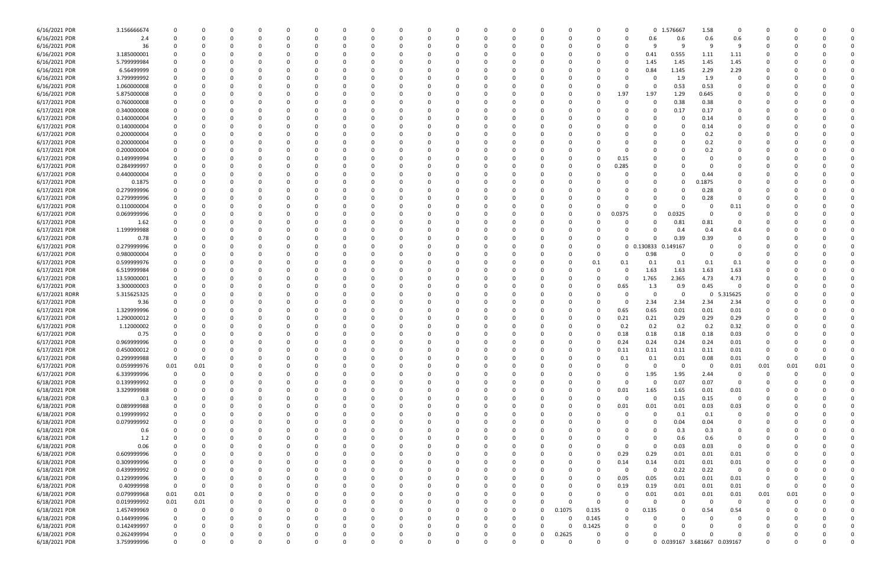| | | | | | | | | | | | | | | | | | | | | | | | | | | | | | |
|---|---|---|---|---|---|---|---|---|---|---|---|---|---|---|---|---|---|---|---|---|---|---|---|---|---|---|---|---|---|
| 6/16/2021 PDR | 3.156666674 | 0 | 0 | 0 | 0 | 0 | 0 | 0 | 0 | 0 | 0 | 0 | 0 | 0 | 0 | 0 | 0 | 0 | 0 | 0 | 0 | 0 | 1.576667 | 1.58 | 0 | 0 | 0 | 0 | 0 |
| 6/16/2021 PDR | 2.4 | 0 | 0 | 0 | 0 | 0 | 0 | 0 | 0 | 0 | 0 | 0 | 0 | 0 | 0 | 0 | 0 | 0 | 0 | 0 | 0 | 0.6 | 0.6 | 0.6 | 0.6 | 0 | 0 | 0 | 0 |
| 6/16/2021 PDR | 36 | 0 | 0 | 0 | 0 | 0 | 0 | 0 | 0 | 0 | 0 | 0 | 0 | 0 | 0 | 0 | 0 | 0 | 0 | 0 | 0 | 9 | 9 | 9 | 9 | 0 | 0 | 0 | 0 |
| 6/16/2021 PDR | 3.185000001 | 0 | 0 | 0 | 0 | 0 | 0 | 0 | 0 | 0 | 0 | 0 | 0 | 0 | 0 | 0 | 0 | 0 | 0 | 0 | 0 | 0.41 | 0.555 | 1.11 | 1.11 | 0 | 0 | 0 | 0 |
| 6/16/2021 PDR | 5.799999984 | 0 | 0 | 0 | 0 | 0 | 0 | 0 | 0 | 0 | 0 | 0 | 0 | 0 | 0 | 0 | 0 | 0 | 0 | 0 | 0 | 1.45 | 1.45 | 1.45 | 1.45 | 0 | 0 | 0 | 0 |
| 6/16/2021 PDR | 6.56499999 | 0 | 0 | 0 | 0 | 0 | 0 | 0 | 0 | 0 | 0 | 0 | 0 | 0 | 0 | 0 | 0 | 0 | 0 | 0 | 0 | 0.84 | 1.145 | 2.29 | 2.29 | 0 | 0 | 0 | 0 |
| 6/16/2021 PDR | 3.799999992 | 0 | 0 | 0 | 0 | 0 | 0 | 0 | 0 | 0 | 0 | 0 | 0 | 0 | 0 | 0 | 0 | 0 | 0 | 0 | 0 | 0 | 1.9 | 1.9 | 0 | 0 | 0 | 0 | 0 |
| 6/16/2021 PDR | 1.060000008 | 0 | 0 | 0 | 0 | 0 | 0 | 0 | 0 | 0 | 0 | 0 | 0 | 0 | 0 | 0 | 0 | 0 | 0 | 0 | 0 | 0 | 0.53 | 0.53 | 0 | 0 | 0 | 0 | 0 |
| 6/16/2021 PDR | 5.875000008 | 0 | 0 | 0 | 0 | 0 | 0 | 0 | 0 | 0 | 0 | 0 | 0 | 0 | 0 | 0 | 0 | 0 | 0 | 0 | 1.97 | 1.97 | 1.29 | 0.645 | 0 | 0 | 0 | 0 | 0 |
| 6/17/2021 PDR | 0.760000008 | 0 | 0 | 0 | 0 | 0 | 0 | 0 | 0 | 0 | 0 | 0 | 0 | 0 | 0 | 0 | 0 | 0 | 0 | 0 | 0 | 0 | 0.38 | 0.38 | 0 | 0 | 0 | 0 | 0 |
| 6/17/2021 PDR | 0.340000008 | 0 | 0 | 0 | 0 | 0 | 0 | 0 | 0 | 0 | 0 | 0 | 0 | 0 | 0 | 0 | 0 | 0 | 0 | 0 | 0 | 0 | 0.17 | 0.17 | 0 | 0 | 0 | 0 | 0 |
| 6/17/2021 PDR | 0.140000004 | 0 | 0 | 0 | 0 | 0 | 0 | 0 | 0 | 0 | 0 | 0 | 0 | 0 | 0 | 0 | 0 | 0 | 0 | 0 | 0 | 0 | 0 | 0.14 | 0 | 0 | 0 | 0 | 0 |
| 6/17/2021 PDR | 0.140000004 | 0 | 0 | 0 | 0 | 0 | 0 | 0 | 0 | 0 | 0 | 0 | 0 | 0 | 0 | 0 | 0 | 0 | 0 | 0 | 0 | 0 | 0 | 0.14 | 0 | 0 | 0 | 0 | 0 |
| 6/17/2021 PDR | 0.200000004 | 0 | 0 | 0 | 0 | 0 | 0 | 0 | 0 | 0 | 0 | 0 | 0 | 0 | 0 | 0 | 0 | 0 | 0 | 0 | 0 | 0 | 0 | 0.2 | 0 | 0 | 0 | 0 | 0 |
| 6/17/2021 PDR | 0.200000004 | 0 | 0 | 0 | 0 | 0 | 0 | 0 | 0 | 0 | 0 | 0 | 0 | 0 | 0 | 0 | 0 | 0 | 0 | 0 | 0 | 0 | 0 | 0.2 | 0 | 0 | 0 | 0 | 0 |
| 6/17/2021 PDR | 0.200000004 | 0 | 0 | 0 | 0 | 0 | 0 | 0 | 0 | 0 | 0 | 0 | 0 | 0 | 0 | 0 | 0 | 0 | 0 | 0 | 0 | 0 | 0 | 0.2 | 0 | 0 | 0 | 0 | 0 |
| 6/17/2021 PDR | 0.149999994 | 0 | 0 | 0 | 0 | 0 | 0 | 0 | 0 | 0 | 0 | 0 | 0 | 0 | 0 | 0 | 0 | 0 | 0 | 0 | 0.15 | 0 | 0 | 0 | 0 | 0 | 0 | 0 | 0 |
| 6/17/2021 PDR | 0.284999997 | 0 | 0 | 0 | 0 | 0 | 0 | 0 | 0 | 0 | 0 | 0 | 0 | 0 | 0 | 0 | 0 | 0 | 0 | 0 | 0.285 | 0 | 0 | 0 | 0 | 0 | 0 | 0 | 0 |
| 6/17/2021 PDR | 0.440000004 | 0 | 0 | 0 | 0 | 0 | 0 | 0 | 0 | 0 | 0 | 0 | 0 | 0 | 0 | 0 | 0 | 0 | 0 | 0 | 0 | 0 | 0 | 0.44 | 0 | 0 | 0 | 0 | 0 |
| 6/17/2021 PDR | 0.1875 | 0 | 0 | 0 | 0 | 0 | 0 | 0 | 0 | 0 | 0 | 0 | 0 | 0 | 0 | 0 | 0 | 0 | 0 | 0 | 0 | 0 | 0 | 0.1875 | 0 | 0 | 0 | 0 | 0 |
| 6/17/2021 PDR | 0.279999996 | 0 | 0 | 0 | 0 | 0 | 0 | 0 | 0 | 0 | 0 | 0 | 0 | 0 | 0 | 0 | 0 | 0 | 0 | 0 | 0 | 0 | 0 | 0.28 | 0 | 0 | 0 | 0 | 0 |
| 6/17/2021 PDR | 0.279999996 | 0 | 0 | 0 | 0 | 0 | 0 | 0 | 0 | 0 | 0 | 0 | 0 | 0 | 0 | 0 | 0 | 0 | 0 | 0 | 0 | 0 | 0 | 0.28 | 0 | 0 | 0 | 0 | 0 |
| 6/17/2021 PDR | 0.110000004 | 0 | 0 | 0 | 0 | 0 | 0 | 0 | 0 | 0 | 0 | 0 | 0 | 0 | 0 | 0 | 0 | 0 | 0 | 0 | 0 | 0 | 0 | 0 | 0.11 | 0 | 0 | 0 | 0 |
| 6/17/2021 PDR | 0.069999996 | 0 | 0 | 0 | 0 | 0 | 0 | 0 | 0 | 0 | 0 | 0 | 0 | 0 | 0 | 0 | 0 | 0 | 0 | 0 | 0.0375 | 0 | 0.0325 | 0 | 0 | 0 | 0 | 0 | 0 |
| 6/17/2021 PDR | 1.62 | 0 | 0 | 0 | 0 | 0 | 0 | 0 | 0 | 0 | 0 | 0 | 0 | 0 | 0 | 0 | 0 | 0 | 0 | 0 | 0 | 0 | 0.81 | 0.81 | 0 | 0 | 0 | 0 | 0 |
| 6/17/2021 PDR | 1.199999988 | 0 | 0 | 0 | 0 | 0 | 0 | 0 | 0 | 0 | 0 | 0 | 0 | 0 | 0 | 0 | 0 | 0 | 0 | 0 | 0 | 0 | 0.4 | 0.4 | 0.4 | 0 | 0 | 0 | 0 |
| 6/17/2021 PDR | 0.78 | 0 | 0 | 0 | 0 | 0 | 0 | 0 | 0 | 0 | 0 | 0 | 0 | 0 | 0 | 0 | 0 | 0 | 0 | 0 | 0 | 0 | 0.39 | 0.39 | 0 | 0 | 0 | 0 | 0 |
| 6/17/2021 PDR | 0.279999996 | 0 | 0 | 0 | 0 | 0 | 0 | 0 | 0 | 0 | 0 | 0 | 0 | 0 | 0 | 0 | 0 | 0 | 0 | 0 | 0 | 0.130833 | 0.149167 | 0 | 0 | 0 | 0 | 0 | 0 |
| 6/17/2021 PDR | 0.980000004 | 0 | 0 | 0 | 0 | 0 | 0 | 0 | 0 | 0 | 0 | 0 | 0 | 0 | 0 | 0 | 0 | 0 | 0 | 0 | 0 | 0.98 | 0 | 0 | 0 | 0 | 0 | 0 | 0 |
| 6/17/2021 PDR | 0.599999976 | 0 | 0 | 0 | 0 | 0 | 0 | 0 | 0 | 0 | 0 | 0 | 0 | 0 | 0 | 0 | 0 | 0 | 0 | 0.1 | 0.1 | 0.1 | 0.1 | 0.1 | 0.1 | 0 | 0 | 0 | 0 |
| 6/17/2021 PDR | 6.519999984 | 0 | 0 | 0 | 0 | 0 | 0 | 0 | 0 | 0 | 0 | 0 | 0 | 0 | 0 | 0 | 0 | 0 | 0 | 0 | 0 | 1.63 | 1.63 | 1.63 | 1.63 | 0 | 0 | 0 | 0 |
| 6/17/2021 PDR | 13.59000001 | 0 | 0 | 0 | 0 | 0 | 0 | 0 | 0 | 0 | 0 | 0 | 0 | 0 | 0 | 0 | 0 | 0 | 0 | 0 | 0 | 1.765 | 2.365 | 4.73 | 4.73 | 0 | 0 | 0 | 0 |
| 6/17/2021 PDR | 3.300000003 | 0 | 0 | 0 | 0 | 0 | 0 | 0 | 0 | 0 | 0 | 0 | 0 | 0 | 0 | 0 | 0 | 0 | 0 | 0 | 0.65 | 1.3 | 0.9 | 0.45 | 0 | 0 | 0 | 0 | 0 |
| 6/17/2021 RDRR | 5.315625325 | 0 | 0 | 0 | 0 | 0 | 0 | 0 | 0 | 0 | 0 | 0 | 0 | 0 | 0 | 0 | 0 | 0 | 0 | 0 | 0 | 0 | 0 | 0 | 5.315625 | 0 | 0 | 0 | 0 |
| 6/17/2021 PDR | 9.36 | 0 | 0 | 0 | 0 | 0 | 0 | 0 | 0 | 0 | 0 | 0 | 0 | 0 | 0 | 0 | 0 | 0 | 0 | 0 | 0 | 2.34 | 2.34 | 2.34 | 2.34 | 0 | 0 | 0 | 0 |
| 6/17/2021 PDR | 1.329999996 | 0 | 0 | 0 | 0 | 0 | 0 | 0 | 0 | 0 | 0 | 0 | 0 | 0 | 0 | 0 | 0 | 0 | 0 | 0 | 0.65 | 0.65 | 0.01 | 0.01 | 0.01 | 0 | 0 | 0 | 0 |
| 6/17/2021 PDR | 1.290000012 | 0 | 0 | 0 | 0 | 0 | 0 | 0 | 0 | 0 | 0 | 0 | 0 | 0 | 0 | 0 | 0 | 0 | 0 | 0 | 0.21 | 0.21 | 0.29 | 0.29 | 0.29 | 0 | 0 | 0 | 0 |
| 6/17/2021 PDR | 1.12000002 | 0 | 0 | 0 | 0 | 0 | 0 | 0 | 0 | 0 | 0 | 0 | 0 | 0 | 0 | 0 | 0 | 0 | 0 | 0 | 0.2 | 0.2 | 0.2 | 0.2 | 0.32 | 0 | 0 | 0 | 0 |
| 6/17/2021 PDR | 0.75 | 0 | 0 | 0 | 0 | 0 | 0 | 0 | 0 | 0 | 0 | 0 | 0 | 0 | 0 | 0 | 0 | 0 | 0 | 0 | 0.18 | 0.18 | 0.18 | 0.18 | 0.03 | 0 | 0 | 0 | 0 |
| 6/17/2021 PDR | 0.969999996 | 0 | 0 | 0 | 0 | 0 | 0 | 0 | 0 | 0 | 0 | 0 | 0 | 0 | 0 | 0 | 0 | 0 | 0 | 0 | 0.24 | 0.24 | 0.24 | 0.24 | 0.01 | 0 | 0 | 0 | 0 |
| 6/17/2021 PDR | 0.450000012 | 0 | 0 | 0 | 0 | 0 | 0 | 0 | 0 | 0 | 0 | 0 | 0 | 0 | 0 | 0 | 0 | 0 | 0 | 0 | 0.11 | 0.11 | 0.11 | 0.11 | 0.01 | 0 | 0 | 0 | 0 |
| 6/17/2021 PDR | 0.299999988 | 0 | 0 | 0 | 0 | 0 | 0 | 0 | 0 | 0 | 0 | 0 | 0 | 0 | 0 | 0 | 0 | 0 | 0 | 0 | 0.1 | 0.1 | 0.01 | 0.08 | 0.01 | 0 | 0 | 0 | 0 |
| 6/17/2021 PDR | 0.059999976 | 0.01 | 0.01 | 0 | 0 | 0 | 0 | 0 | 0 | 0 | 0 | 0 | 0 | 0 | 0 | 0 | 0 | 0 | 0 | 0 | 0 | 0 | 0 | 0 | 0.01 | 0.01 | 0.01 | 0.01 | 0 |
| 6/17/2021 PDR | 6.339999996 | 0 | 0 | 0 | 0 | 0 | 0 | 0 | 0 | 0 | 0 | 0 | 0 | 0 | 0 | 0 | 0 | 0 | 0 | 0 | 0 | 1.95 | 1.95 | 2.44 | 0 | 0 | 0 | 0 | 0 |
| 6/18/2021 PDR | 0.139999992 | 0 | 0 | 0 | 0 | 0 | 0 | 0 | 0 | 0 | 0 | 0 | 0 | 0 | 0 | 0 | 0 | 0 | 0 | 0 | 0 | 0 | 0.07 | 0.07 | 0 | 0 | 0 | 0 | 0 |
| 6/18/2021 PDR | 3.329999988 | 0 | 0 | 0 | 0 | 0 | 0 | 0 | 0 | 0 | 0 | 0 | 0 | 0 | 0 | 0 | 0 | 0 | 0 | 0 | 0.01 | 1.65 | 1.65 | 0.01 | 0.01 | 0 | 0 | 0 | 0 |
| 6/18/2021 PDR | 0.3 | 0 | 0 | 0 | 0 | 0 | 0 | 0 | 0 | 0 | 0 | 0 | 0 | 0 | 0 | 0 | 0 | 0 | 0 | 0 | 0 | 0 | 0.15 | 0.15 | 0 | 0 | 0 | 0 | 0 |
| 6/18/2021 PDR | 0.089999988 | 0 | 0 | 0 | 0 | 0 | 0 | 0 | 0 | 0 | 0 | 0 | 0 | 0 | 0 | 0 | 0 | 0 | 0 | 0 | 0.01 | 0.01 | 0.01 | 0.03 | 0.03 | 0 | 0 | 0 | 0 |
| 6/18/2021 PDR | 0.199999992 | 0 | 0 | 0 | 0 | 0 | 0 | 0 | 0 | 0 | 0 | 0 | 0 | 0 | 0 | 0 | 0 | 0 | 0 | 0 | 0 | 0 | 0.1 | 0.1 | 0 | 0 | 0 | 0 | 0 |
| 6/18/2021 PDR | 0.079999992 | 0 | 0 | 0 | 0 | 0 | 0 | 0 | 0 | 0 | 0 | 0 | 0 | 0 | 0 | 0 | 0 | 0 | 0 | 0 | 0 | 0 | 0.04 | 0.04 | 0 | 0 | 0 | 0 | 0 |
| 6/18/2021 PDR | 0.6 | 0 | 0 | 0 | 0 | 0 | 0 | 0 | 0 | 0 | 0 | 0 | 0 | 0 | 0 | 0 | 0 | 0 | 0 | 0 | 0 | 0 | 0.3 | 0.3 | 0 | 0 | 0 | 0 | 0 |
| 6/18/2021 PDR | 1.2 | 0 | 0 | 0 | 0 | 0 | 0 | 0 | 0 | 0 | 0 | 0 | 0 | 0 | 0 | 0 | 0 | 0 | 0 | 0 | 0 | 0 | 0.6 | 0.6 | 0 | 0 | 0 | 0 | 0 |
| 6/18/2021 PDR | 0.06 | 0 | 0 | 0 | 0 | 0 | 0 | 0 | 0 | 0 | 0 | 0 | 0 | 0 | 0 | 0 | 0 | 0 | 0 | 0 | 0 | 0 | 0.03 | 0.03 | 0 | 0 | 0 | 0 | 0 |
| 6/18/2021 PDR | 0.609999996 | 0 | 0 | 0 | 0 | 0 | 0 | 0 | 0 | 0 | 0 | 0 | 0 | 0 | 0 | 0 | 0 | 0 | 0 | 0 | 0.29 | 0.29 | 0.01 | 0.01 | 0.01 | 0 | 0 | 0 | 0 |
| 6/18/2021 PDR | 0.309999996 | 0 | 0 | 0 | 0 | 0 | 0 | 0 | 0 | 0 | 0 | 0 | 0 | 0 | 0 | 0 | 0 | 0 | 0 | 0 | 0.14 | 0.14 | 0.01 | 0.01 | 0.01 | 0 | 0 | 0 | 0 |
| 6/18/2021 PDR | 0.439999992 | 0 | 0 | 0 | 0 | 0 | 0 | 0 | 0 | 0 | 0 | 0 | 0 | 0 | 0 | 0 | 0 | 0 | 0 | 0 | 0 | 0 | 0.22 | 0.22 | 0 | 0 | 0 | 0 | 0 |
| 6/18/2021 PDR | 0.129999996 | 0 | 0 | 0 | 0 | 0 | 0 | 0 | 0 | 0 | 0 | 0 | 0 | 0 | 0 | 0 | 0 | 0 | 0 | 0 | 0.05 | 0.05 | 0.01 | 0.01 | 0.01 | 0 | 0 | 0 | 0 |
| 6/18/2021 PDR | 0.40999998 | 0 | 0 | 0 | 0 | 0 | 0 | 0 | 0 | 0 | 0 | 0 | 0 | 0 | 0 | 0 | 0 | 0 | 0 | 0 | 0.19 | 0.19 | 0.01 | 0.01 | 0.01 | 0 | 0 | 0 | 0 |
| 6/18/2021 PDR | 0.079999968 | 0.01 | 0.01 | 0 | 0 | 0 | 0 | 0 | 0 | 0 | 0 | 0 | 0 | 0 | 0 | 0 | 0 | 0 | 0 | 0 | 0 | 0.01 | 0.01 | 0.01 | 0.01 | 0.01 | 0.01 | 0 | 0 |
| 6/18/2021 PDR | 0.019999992 | 0.01 | 0.01 | 0 | 0 | 0 | 0 | 0 | 0 | 0 | 0 | 0 | 0 | 0 | 0 | 0 | 0 | 0 | 0 | 0 | 0 | 0 | 0 | 0 | 0 | 0 | 0 | 0 | 0 |
| 6/18/2021 PDR | 1.457499969 | 0 | 0 | 0 | 0 | 0 | 0 | 0 | 0 | 0 | 0 | 0 | 0 | 0 | 0 | 0 | 0 | 0 | 0.1075 | 0.135 | 0 | 0.135 | 0 | 0.54 | 0.54 | 0 | 0 | 0 | 0 |
| 6/18/2021 PDR | 0.144999996 | 0 | 0 | 0 | 0 | 0 | 0 | 0 | 0 | 0 | 0 | 0 | 0 | 0 | 0 | 0 | 0 | 0 | 0 | 0.145 | 0 | 0 | 0 | 0 | 0 | 0 | 0 | 0 | 0 |
| 6/18/2021 PDR | 0.142499997 | 0 | 0 | 0 | 0 | 0 | 0 | 0 | 0 | 0 | 0 | 0 | 0 | 0 | 0 | 0 | 0 | 0 | 0 | 0.1425 | 0 | 0 | 0 | 0 | 0 | 0 | 0 | 0 | 0 |
| 6/18/2021 PDR | 0.262499994 | 0 | 0 | 0 | 0 | 0 | 0 | 0 | 0 | 0 | 0 | 0 | 0 | 0 | 0 | 0 | 0 | 0 | 0.2625 | 0 | 0 | 0 | 0 | 0 | 0 | 0 | 0 | 0 | 0 |
| 6/18/2021 PDR | 3.759999996 | 0 | 0 | 0 | 0 | 0 | 0 | 0 | 0 | 0 | 0 | 0 | 0 | 0 | 0 | 0 | 0 | 0 | 0 | 0 | 0 | 0 | 0.039167 | 3.681667 | 0.039167 | 0 | 0 | 0 | 0 |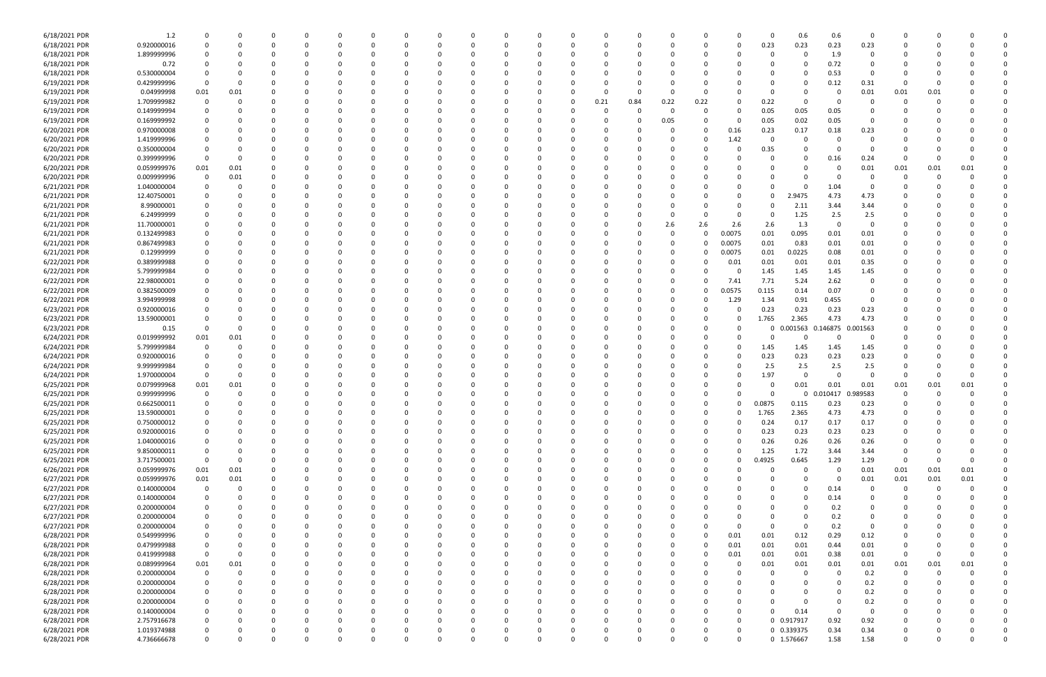| | | | | | | | | | | | | | | | | | | | | | | | | | | | | |
|---|---|---|---|---|---|---|---|---|---|---|---|---|---|---|---|---|---|---|---|---|---|---|---|---|---|---|---|---|
| 6/18/2021 PDR | 1.2 | 0 | 0 | 0 | 0 | 0 | 0 | 0 | 0 | 0 | 0 | 0 | 0 | 0 | 0 | 0 | 0 | 0 | 0 | 0 | 0 | 0 | 0.6 | 0.6 | 0 | 0 | 0 | 0 | 0 |
| 6/18/2021 PDR | 0.920000016 | 0 | 0 | 0 | 0 | 0 | 0 | 0 | 0 | 0 | 0 | 0 | 0 | 0 | 0 | 0 | 0 | 0 | 0 | 0 | 0 | 0.23 | 0.23 | 0.23 | 0.23 | 0 | 0 | 0 | 0 |
| 6/18/2021 PDR | 1.899999996 | 0 | 0 | 0 | 0 | 0 | 0 | 0 | 0 | 0 | 0 | 0 | 0 | 0 | 0 | 0 | 0 | 0 | 0 | 0 | 0 | 0 | 0 | 1.9 | 0 | 0 | 0 | 0 | 0 |
| 6/18/2021 PDR | 0.72 | 0 | 0 | 0 | 0 | 0 | 0 | 0 | 0 | 0 | 0 | 0 | 0 | 0 | 0 | 0 | 0 | 0 | 0 | 0 | 0 | 0 | 0 | 0.72 | 0 | 0 | 0 | 0 | 0 |
| 6/18/2021 PDR | 0.530000004 | 0 | 0 | 0 | 0 | 0 | 0 | 0 | 0 | 0 | 0 | 0 | 0 | 0 | 0 | 0 | 0 | 0 | 0 | 0 | 0 | 0 | 0 | 0.53 | 0 | 0 | 0 | 0 | 0 |
| 6/19/2021 PDR | 0.429999996 | 0 | 0 | 0 | 0 | 0 | 0 | 0 | 0 | 0 | 0 | 0 | 0 | 0 | 0 | 0 | 0 | 0 | 0 | 0 | 0 | 0 | 0 | 0.12 | 0.31 | 0 | 0 | 0 | 0 |
| 6/19/2021 PDR | 0.04999998 | 0.01 | 0.01 | 0 | 0 | 0 | 0 | 0 | 0 | 0 | 0 | 0 | 0 | 0 | 0 | 0 | 0 | 0 | 0 | 0 | 0 | 0 | 0 | 0 | 0.01 | 0.01 | 0.01 | 0 | 0 |
| 6/19/2021 PDR | 1.709999982 | 0 | 0 | 0 | 0 | 0 | 0 | 0 | 0 | 0 | 0 | 0 | 0 | 0 | 0 | 0 | 0.21 | 0.84 | 0.22 | 0.22 | 0 | 0.22 | 0 | 0 | 0 | 0 | 0 | 0 | 0 |
| 6/19/2021 PDR | 0.149999994 | 0 | 0 | 0 | 0 | 0 | 0 | 0 | 0 | 0 | 0 | 0 | 0 | 0 | 0 | 0 | 0 | 0 | 0 | 0 | 0 | 0.05 | 0.05 | 0.05 | 0 | 0 | 0 | 0 | 0 |
| 6/19/2021 PDR | 0.169999992 | 0 | 0 | 0 | 0 | 0 | 0 | 0 | 0 | 0 | 0 | 0 | 0 | 0 | 0 | 0 | 0 | 0 | 0.05 | 0 | 0 | 0.05 | 0.02 | 0.05 | 0 | 0 | 0 | 0 | 0 |
| 6/20/2021 PDR | 0.970000008 | 0 | 0 | 0 | 0 | 0 | 0 | 0 | 0 | 0 | 0 | 0 | 0 | 0 | 0 | 0 | 0 | 0 | 0 | 0 | 0.16 | 0.23 | 0.17 | 0.18 | 0.23 | 0 | 0 | 0 | 0 |
| 6/20/2021 PDR | 1.419999996 | 0 | 0 | 0 | 0 | 0 | 0 | 0 | 0 | 0 | 0 | 0 | 0 | 0 | 0 | 0 | 0 | 0 | 0 | 0 | 1.42 | 0 | 0 | 0 | 0 | 0 | 0 | 0 | 0 |
| 6/20/2021 PDR | 0.350000004 | 0 | 0 | 0 | 0 | 0 | 0 | 0 | 0 | 0 | 0 | 0 | 0 | 0 | 0 | 0 | 0 | 0 | 0 | 0 | 0 | 0.35 | 0 | 0 | 0 | 0 | 0 | 0 | 0 |
| 6/20/2021 PDR | 0.399999996 | 0 | 0 | 0 | 0 | 0 | 0 | 0 | 0 | 0 | 0 | 0 | 0 | 0 | 0 | 0 | 0 | 0 | 0 | 0 | 0 | 0 | 0 | 0.16 | 0.24 | 0 | 0 | 0 | 0 |
| 6/20/2021 PDR | 0.059999976 | 0.01 | 0.01 | 0 | 0 | 0 | 0 | 0 | 0 | 0 | 0 | 0 | 0 | 0 | 0 | 0 | 0 | 0 | 0 | 0 | 0 | 0 | 0 | 0 | 0.01 | 0.01 | 0.01 | 0.01 | 0 |
| 6/20/2021 PDR | 0.009999996 | 0 | 0.01 | 0 | 0 | 0 | 0 | 0 | 0 | 0 | 0 | 0 | 0 | 0 | 0 | 0 | 0 | 0 | 0 | 0 | 0 | 0 | 0 | 0 | 0 | 0 | 0 | 0 | 0 |
| 6/21/2021 PDR | 1.040000004 | 0 | 0 | 0 | 0 | 0 | 0 | 0 | 0 | 0 | 0 | 0 | 0 | 0 | 0 | 0 | 0 | 0 | 0 | 0 | 0 | 0 | 0 | 1.04 | 0 | 0 | 0 | 0 | 0 |
| 6/21/2021 PDR | 12.40750001 | 0 | 0 | 0 | 0 | 0 | 0 | 0 | 0 | 0 | 0 | 0 | 0 | 0 | 0 | 0 | 0 | 0 | 0 | 0 | 0 | 0 | 2.9475 | 4.73 | 4.73 | 0 | 0 | 0 | 0 |
| 6/21/2021 PDR | 8.99000001 | 0 | 0 | 0 | 0 | 0 | 0 | 0 | 0 | 0 | 0 | 0 | 0 | 0 | 0 | 0 | 0 | 0 | 0 | 0 | 0 | 0 | 2.11 | 3.44 | 3.44 | 0 | 0 | 0 | 0 |
| 6/21/2021 PDR | 6.24999999 | 0 | 0 | 0 | 0 | 0 | 0 | 0 | 0 | 0 | 0 | 0 | 0 | 0 | 0 | 0 | 0 | 0 | 0 | 0 | 0 | 0 | 1.25 | 2.5 | 2.5 | 0 | 0 | 0 | 0 |
| 6/21/2021 PDR | 11.70000001 | 0 | 0 | 0 | 0 | 0 | 0 | 0 | 0 | 0 | 0 | 0 | 0 | 0 | 0 | 0 | 0 | 0 | 2.6 | 2.6 | 2.6 | 1.3 | 0 | 0 | 0 | 0 | 0 | 0 | 0 |
| 6/21/2021 PDR | 0.132499983 | 0 | 0 | 0 | 0 | 0 | 0 | 0 | 0 | 0 | 0 | 0 | 0 | 0 | 0 | 0 | 0 | 0 | 0 | 0 | 0.0075 | 0.01 | 0.095 | 0.01 | 0.01 | 0 | 0 | 0 | 0 |
| 6/21/2021 PDR | 0.867499983 | 0 | 0 | 0 | 0 | 0 | 0 | 0 | 0 | 0 | 0 | 0 | 0 | 0 | 0 | 0 | 0 | 0 | 0 | 0 | 0.0075 | 0.01 | 0.83 | 0.01 | 0.01 | 0 | 0 | 0 | 0 |
| 6/21/2021 PDR | 0.12999999 | 0 | 0 | 0 | 0 | 0 | 0 | 0 | 0 | 0 | 0 | 0 | 0 | 0 | 0 | 0 | 0 | 0 | 0 | 0 | 0.0075 | 0.01 | 0.0225 | 0.08 | 0.01 | 0 | 0 | 0 | 0 |
| 6/22/2021 PDR | 0.389999988 | 0 | 0 | 0 | 0 | 0 | 0 | 0 | 0 | 0 | 0 | 0 | 0 | 0 | 0 | 0 | 0 | 0 | 0 | 0 | 0.01 | 0.01 | 0.01 | 0.01 | 0.35 | 0 | 0 | 0 | 0 |
| 6/22/2021 PDR | 5.799999984 | 0 | 0 | 0 | 0 | 0 | 0 | 0 | 0 | 0 | 0 | 0 | 0 | 0 | 0 | 0 | 0 | 0 | 0 | 0 | 0 | 1.45 | 1.45 | 1.45 | 1.45 | 0 | 0 | 0 | 0 |
| 6/22/2021 PDR | 22.98000001 | 0 | 0 | 0 | 0 | 0 | 0 | 0 | 0 | 0 | 0 | 0 | 0 | 0 | 0 | 0 | 0 | 0 | 0 | 0 | 7.41 | 7.71 | 5.24 | 2.62 | 0 | 0 | 0 | 0 | 0 |
| 6/22/2021 PDR | 0.382500009 | 0 | 0 | 0 | 0 | 0 | 0 | 0 | 0 | 0 | 0 | 0 | 0 | 0 | 0 | 0 | 0 | 0 | 0 | 0 | 0.0575 | 0.115 | 0.14 | 0.07 | 0 | 0 | 0 | 0 | 0 |
| 6/22/2021 PDR | 3.994999998 | 0 | 0 | 0 | 0 | 0 | 0 | 0 | 0 | 0 | 0 | 0 | 0 | 0 | 0 | 0 | 0 | 0 | 0 | 0 | 1.29 | 1.34 | 0.91 | 0.455 | 0 | 0 | 0 | 0 | 0 |
| 6/23/2021 PDR | 0.920000016 | 0 | 0 | 0 | 0 | 0 | 0 | 0 | 0 | 0 | 0 | 0 | 0 | 0 | 0 | 0 | 0 | 0 | 0 | 0 | 0 | 0.23 | 0.23 | 0.23 | 0.23 | 0 | 0 | 0 | 0 |
| 6/23/2021 PDR | 13.59000001 | 0 | 0 | 0 | 0 | 0 | 0 | 0 | 0 | 0 | 0 | 0 | 0 | 0 | 0 | 0 | 0 | 0 | 0 | 0 | 0 | 1.765 | 2.365 | 4.73 | 4.73 | 0 | 0 | 0 | 0 |
| 6/23/2021 PDR | 0.15 | 0 | 0 | 0 | 0 | 0 | 0 | 0 | 0 | 0 | 0 | 0 | 0 | 0 | 0 | 0 | 0 | 0 | 0 | 0 | 0 | 0 | 0.001563 | 0.146875 | 0.001563 | 0 | 0 | 0 | 0 |
| 6/24/2021 PDR | 0.019999992 | 0.01 | 0.01 | 0 | 0 | 0 | 0 | 0 | 0 | 0 | 0 | 0 | 0 | 0 | 0 | 0 | 0 | 0 | 0 | 0 | 0 | 0 | 0 | 0 | 0 | 0 | 0 | 0 | 0 |
| 6/24/2021 PDR | 5.799999984 | 0 | 0 | 0 | 0 | 0 | 0 | 0 | 0 | 0 | 0 | 0 | 0 | 0 | 0 | 0 | 0 | 0 | 0 | 0 | 0 | 1.45 | 1.45 | 1.45 | 1.45 | 0 | 0 | 0 | 0 |
| 6/24/2021 PDR | 0.920000016 | 0 | 0 | 0 | 0 | 0 | 0 | 0 | 0 | 0 | 0 | 0 | 0 | 0 | 0 | 0 | 0 | 0 | 0 | 0 | 0 | 0.23 | 0.23 | 0.23 | 0.23 | 0 | 0 | 0 | 0 |
| 6/24/2021 PDR | 9.999999984 | 0 | 0 | 0 | 0 | 0 | 0 | 0 | 0 | 0 | 0 | 0 | 0 | 0 | 0 | 0 | 0 | 0 | 0 | 0 | 0 | 2.5 | 2.5 | 2.5 | 2.5 | 0 | 0 | 0 | 0 |
| 6/24/2021 PDR | 1.970000004 | 0 | 0 | 0 | 0 | 0 | 0 | 0 | 0 | 0 | 0 | 0 | 0 | 0 | 0 | 0 | 0 | 0 | 0 | 0 | 0 | 1.97 | 0 | 0 | 0 | 0 | 0 | 0 | 0 |
| 6/25/2021 PDR | 0.079999968 | 0.01 | 0.01 | 0 | 0 | 0 | 0 | 0 | 0 | 0 | 0 | 0 | 0 | 0 | 0 | 0 | 0 | 0 | 0 | 0 | 0 | 0 | 0.01 | 0.01 | 0.01 | 0.01 | 0.01 | 0.01 | 0 |
| 6/25/2021 PDR | 0.999999996 | 0 | 0 | 0 | 0 | 0 | 0 | 0 | 0 | 0 | 0 | 0 | 0 | 0 | 0 | 0 | 0 | 0 | 0 | 0 | 0 | 0 | 0 | 0.010417 | 0.989583 | 0 | 0 | 0 | 0 |
| 6/25/2021 PDR | 0.662500011 | 0 | 0 | 0 | 0 | 0 | 0 | 0 | 0 | 0 | 0 | 0 | 0 | 0 | 0 | 0 | 0 | 0 | 0 | 0 | 0 | 0.0875 | 0.115 | 0.23 | 0.23 | 0 | 0 | 0 | 0 |
| 6/25/2021 PDR | 13.59000001 | 0 | 0 | 0 | 0 | 0 | 0 | 0 | 0 | 0 | 0 | 0 | 0 | 0 | 0 | 0 | 0 | 0 | 0 | 0 | 0 | 1.765 | 2.365 | 4.73 | 4.73 | 0 | 0 | 0 | 0 |
| 6/25/2021 PDR | 0.750000012 | 0 | 0 | 0 | 0 | 0 | 0 | 0 | 0 | 0 | 0 | 0 | 0 | 0 | 0 | 0 | 0 | 0 | 0 | 0 | 0 | 0.24 | 0.17 | 0.17 | 0.17 | 0 | 0 | 0 | 0 |
| 6/25/2021 PDR | 0.920000016 | 0 | 0 | 0 | 0 | 0 | 0 | 0 | 0 | 0 | 0 | 0 | 0 | 0 | 0 | 0 | 0 | 0 | 0 | 0 | 0 | 0.23 | 0.23 | 0.23 | 0.23 | 0 | 0 | 0 | 0 |
| 6/25/2021 PDR | 1.040000016 | 0 | 0 | 0 | 0 | 0 | 0 | 0 | 0 | 0 | 0 | 0 | 0 | 0 | 0 | 0 | 0 | 0 | 0 | 0 | 0 | 0.26 | 0.26 | 0.26 | 0.26 | 0 | 0 | 0 | 0 |
| 6/25/2021 PDR | 9.850000011 | 0 | 0 | 0 | 0 | 0 | 0 | 0 | 0 | 0 | 0 | 0 | 0 | 0 | 0 | 0 | 0 | 0 | 0 | 0 | 0 | 1.25 | 1.72 | 3.44 | 3.44 | 0 | 0 | 0 | 0 |
| 6/25/2021 PDR | 3.717500001 | 0 | 0 | 0 | 0 | 0 | 0 | 0 | 0 | 0 | 0 | 0 | 0 | 0 | 0 | 0 | 0 | 0 | 0 | 0 | 0 | 0.4925 | 0.645 | 1.29 | 1.29 | 0 | 0 | 0 | 0 |
| 6/26/2021 PDR | 0.059999976 | 0.01 | 0.01 | 0 | 0 | 0 | 0 | 0 | 0 | 0 | 0 | 0 | 0 | 0 | 0 | 0 | 0 | 0 | 0 | 0 | 0 | 0 | 0 | 0 | 0.01 | 0.01 | 0.01 | 0.01 | 0 |
| 6/27/2021 PDR | 0.059999976 | 0.01 | 0.01 | 0 | 0 | 0 | 0 | 0 | 0 | 0 | 0 | 0 | 0 | 0 | 0 | 0 | 0 | 0 | 0 | 0 | 0 | 0 | 0 | 0 | 0.01 | 0.01 | 0.01 | 0.01 | 0 |
| 6/27/2021 PDR | 0.140000004 | 0 | 0 | 0 | 0 | 0 | 0 | 0 | 0 | 0 | 0 | 0 | 0 | 0 | 0 | 0 | 0 | 0 | 0 | 0 | 0 | 0 | 0 | 0.14 | 0 | 0 | 0 | 0 | 0 |
| 6/27/2021 PDR | 0.140000004 | 0 | 0 | 0 | 0 | 0 | 0 | 0 | 0 | 0 | 0 | 0 | 0 | 0 | 0 | 0 | 0 | 0 | 0 | 0 | 0 | 0 | 0 | 0.14 | 0 | 0 | 0 | 0 | 0 |
| 6/27/2021 PDR | 0.200000004 | 0 | 0 | 0 | 0 | 0 | 0 | 0 | 0 | 0 | 0 | 0 | 0 | 0 | 0 | 0 | 0 | 0 | 0 | 0 | 0 | 0 | 0 | 0.2 | 0 | 0 | 0 | 0 | 0 |
| 6/27/2021 PDR | 0.200000004 | 0 | 0 | 0 | 0 | 0 | 0 | 0 | 0 | 0 | 0 | 0 | 0 | 0 | 0 | 0 | 0 | 0 | 0 | 0 | 0 | 0 | 0 | 0.2 | 0 | 0 | 0 | 0 | 0 |
| 6/27/2021 PDR | 0.200000004 | 0 | 0 | 0 | 0 | 0 | 0 | 0 | 0 | 0 | 0 | 0 | 0 | 0 | 0 | 0 | 0 | 0 | 0 | 0 | 0 | 0 | 0 | 0.2 | 0 | 0 | 0 | 0 | 0 |
| 6/28/2021 PDR | 0.549999996 | 0 | 0 | 0 | 0 | 0 | 0 | 0 | 0 | 0 | 0 | 0 | 0 | 0 | 0 | 0 | 0 | 0 | 0 | 0 | 0.01 | 0.01 | 0.12 | 0.29 | 0.12 | 0 | 0 | 0 | 0 |
| 6/28/2021 PDR | 0.479999988 | 0 | 0 | 0 | 0 | 0 | 0 | 0 | 0 | 0 | 0 | 0 | 0 | 0 | 0 | 0 | 0 | 0 | 0 | 0 | 0.01 | 0.01 | 0.01 | 0.44 | 0.01 | 0 | 0 | 0 | 0 |
| 6/28/2021 PDR | 0.419999988 | 0 | 0 | 0 | 0 | 0 | 0 | 0 | 0 | 0 | 0 | 0 | 0 | 0 | 0 | 0 | 0 | 0 | 0 | 0 | 0.01 | 0.01 | 0.01 | 0.38 | 0.01 | 0 | 0 | 0 | 0 |
| 6/28/2021 PDR | 0.089999964 | 0.01 | 0.01 | 0 | 0 | 0 | 0 | 0 | 0 | 0 | 0 | 0 | 0 | 0 | 0 | 0 | 0 | 0 | 0 | 0 | 0 | 0.01 | 0.01 | 0.01 | 0.01 | 0.01 | 0.01 | 0.01 | 0 |
| 6/28/2021 PDR | 0.200000004 | 0 | 0 | 0 | 0 | 0 | 0 | 0 | 0 | 0 | 0 | 0 | 0 | 0 | 0 | 0 | 0 | 0 | 0 | 0 | 0 | 0 | 0 | 0 | 0.2 | 0 | 0 | 0 | 0 |
| 6/28/2021 PDR | 0.200000004 | 0 | 0 | 0 | 0 | 0 | 0 | 0 | 0 | 0 | 0 | 0 | 0 | 0 | 0 | 0 | 0 | 0 | 0 | 0 | 0 | 0 | 0 | 0 | 0.2 | 0 | 0 | 0 | 0 |
| 6/28/2021 PDR | 0.200000004 | 0 | 0 | 0 | 0 | 0 | 0 | 0 | 0 | 0 | 0 | 0 | 0 | 0 | 0 | 0 | 0 | 0 | 0 | 0 | 0 | 0 | 0 | 0 | 0.2 | 0 | 0 | 0 | 0 |
| 6/28/2021 PDR | 0.200000004 | 0 | 0 | 0 | 0 | 0 | 0 | 0 | 0 | 0 | 0 | 0 | 0 | 0 | 0 | 0 | 0 | 0 | 0 | 0 | 0 | 0 | 0 | 0 | 0.2 | 0 | 0 | 0 | 0 |
| 6/28/2021 PDR | 0.140000004 | 0 | 0 | 0 | 0 | 0 | 0 | 0 | 0 | 0 | 0 | 0 | 0 | 0 | 0 | 0 | 0 | 0 | 0 | 0 | 0 | 0 | 0.14 | 0 | 0 | 0 | 0 | 0 | 0 |
| 6/28/2021 PDR | 2.757916678 | 0 | 0 | 0 | 0 | 0 | 0 | 0 | 0 | 0 | 0 | 0 | 0 | 0 | 0 | 0 | 0 | 0 | 0 | 0 | 0 | 0 | 0.917917 | 0.92 | 0.92 | 0 | 0 | 0 | 0 |
| 6/28/2021 PDR | 1.019374988 | 0 | 0 | 0 | 0 | 0 | 0 | 0 | 0 | 0 | 0 | 0 | 0 | 0 | 0 | 0 | 0 | 0 | 0 | 0 | 0 | 0 | 0.339375 | 0.34 | 0.34 | 0 | 0 | 0 | 0 |
| 6/28/2021 PDR | 4.736666678 | 0 | 0 | 0 | 0 | 0 | 0 | 0 | 0 | 0 | 0 | 0 | 0 | 0 | 0 | 0 | 0 | 0 | 0 | 0 | 0 | 0 | 1.576667 | 1.58 | 1.58 | 0 | 0 | 0 | 0 |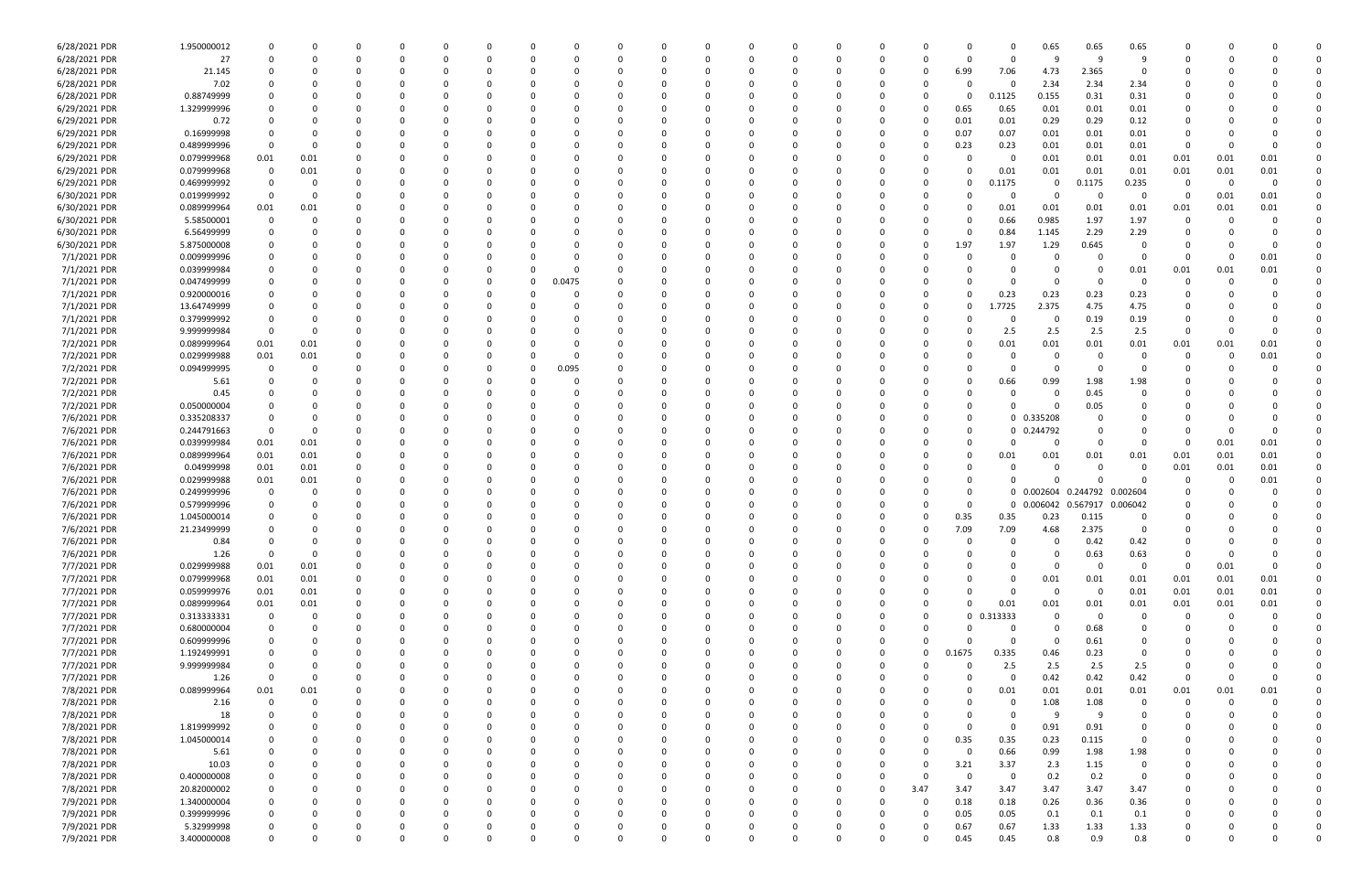| | | | | | | | | | | | | | | | | | | | | | | | | | | | | |
|---|---|---|---|---|---|---|---|---|---|---|---|---|---|---|---|---|---|---|---|---|---|---|---|---|---|---|---|---|
| 6/28/2021 PDR | 1.950000012 | 0 | 0 | 0 | 0 | 0 | 0 | 0 | 0 | 0 | 0 | 0 | 0 | 0 | 0 | 0 | 0 | 0 | 0 | 0 | 0 | 0.65 | 0.65 | 0.65 | 0 | 0 | 0 | 0 |
| 6/28/2021 PDR | 27 | 0 | 0 | 0 | 0 | 0 | 0 | 0 | 0 | 0 | 0 | 0 | 0 | 0 | 0 | 0 | 0 | 0 | 0 | 0 | 0 | 9 | 9 | 9 | 0 | 0 | 0 | 0 |
| 6/28/2021 PDR | 21.145 | 0 | 0 | 0 | 0 | 0 | 0 | 0 | 0 | 0 | 0 | 0 | 0 | 0 | 0 | 0 | 0 | 0 | 0 | 6.99 | 7.06 | 4.73 | 2.365 | 0 | 0 | 0 | 0 | 0 |
| 6/28/2021 PDR | 7.02 | 0 | 0 | 0 | 0 | 0 | 0 | 0 | 0 | 0 | 0 | 0 | 0 | 0 | 0 | 0 | 0 | 0 | 0 | 0 | 0 | 2.34 | 2.34 | 2.34 | 0 | 0 | 0 | 0 |
| 6/28/2021 PDR | 0.88749999 | 0 | 0 | 0 | 0 | 0 | 0 | 0 | 0 | 0 | 0 | 0 | 0 | 0 | 0 | 0 | 0 | 0 | 0 | 0 | 0.1125 | 0.155 | 0.31 | 0.31 | 0 | 0 | 0 | 0 |
| 6/29/2021 PDR | 1.329999996 | 0 | 0 | 0 | 0 | 0 | 0 | 0 | 0 | 0 | 0 | 0 | 0 | 0 | 0 | 0 | 0 | 0 | 0 | 0.65 | 0.65 | 0.01 | 0.01 | 0.01 | 0 | 0 | 0 | 0 |
| 6/29/2021 PDR | 0.72 | 0 | 0 | 0 | 0 | 0 | 0 | 0 | 0 | 0 | 0 | 0 | 0 | 0 | 0 | 0 | 0 | 0 | 0 | 0.01 | 0.01 | 0.29 | 0.29 | 0.12 | 0 | 0 | 0 | 0 |
| 6/29/2021 PDR | 0.16999998 | 0 | 0 | 0 | 0 | 0 | 0 | 0 | 0 | 0 | 0 | 0 | 0 | 0 | 0 | 0 | 0 | 0 | 0 | 0.07 | 0.07 | 0.01 | 0.01 | 0.01 | 0 | 0 | 0 | 0 |
| 6/29/2021 PDR | 0.489999996 | 0 | 0 | 0 | 0 | 0 | 0 | 0 | 0 | 0 | 0 | 0 | 0 | 0 | 0 | 0 | 0 | 0 | 0 | 0.23 | 0.23 | 0.01 | 0.01 | 0.01 | 0 | 0 | 0 | 0 |
| 6/29/2021 PDR | 0.079999968 | 0.01 | 0.01 | 0 | 0 | 0 | 0 | 0 | 0 | 0 | 0 | 0 | 0 | 0 | 0 | 0 | 0 | 0 | 0 | 0 | 0 | 0.01 | 0.01 | 0.01 | 0.01 | 0.01 | 0.01 | 0 |
| 6/29/2021 PDR | 0.079999968 | 0 | 0.01 | 0 | 0 | 0 | 0 | 0 | 0 | 0 | 0 | 0 | 0 | 0 | 0 | 0 | 0 | 0 | 0 | 0 | 0.01 | 0.01 | 0.01 | 0.01 | 0.01 | 0.01 | 0.01 | 0 |
| 6/29/2021 PDR | 0.469999992 | 0 | 0 | 0 | 0 | 0 | 0 | 0 | 0 | 0 | 0 | 0 | 0 | 0 | 0 | 0 | 0 | 0 | 0 | 0 | 0.1175 | 0 | 0.1175 | 0.235 | 0 | 0 | 0 | 0 |
| 6/30/2021 PDR | 0.019999992 | 0 | 0 | 0 | 0 | 0 | 0 | 0 | 0 | 0 | 0 | 0 | 0 | 0 | 0 | 0 | 0 | 0 | 0 | 0 | 0 | 0 | 0 | 0 | 0 | 0.01 | 0.01 | 0 |
| 6/30/2021 PDR | 0.089999964 | 0.01 | 0.01 | 0 | 0 | 0 | 0 | 0 | 0 | 0 | 0 | 0 | 0 | 0 | 0 | 0 | 0 | 0 | 0 | 0 | 0.01 | 0.01 | 0.01 | 0.01 | 0.01 | 0.01 | 0.01 | 0 |
| 6/30/2021 PDR | 5.58500001 | 0 | 0 | 0 | 0 | 0 | 0 | 0 | 0 | 0 | 0 | 0 | 0 | 0 | 0 | 0 | 0 | 0 | 0 | 0 | 0.66 | 0.985 | 1.97 | 1.97 | 0 | 0 | 0 | 0 |
| 6/30/2021 PDR | 6.56499999 | 0 | 0 | 0 | 0 | 0 | 0 | 0 | 0 | 0 | 0 | 0 | 0 | 0 | 0 | 0 | 0 | 0 | 0 | 0 | 0.84 | 1.145 | 2.29 | 2.29 | 0 | 0 | 0 | 0 |
| 6/30/2021 PDR | 5.875000008 | 0 | 0 | 0 | 0 | 0 | 0 | 0 | 0 | 0 | 0 | 0 | 0 | 0 | 0 | 0 | 0 | 0 | 0 | 1.97 | 1.97 | 1.29 | 0.645 | 0 | 0 | 0 | 0 | 0 |
| 7/1/2021 PDR | 0.009999996 | 0 | 0 | 0 | 0 | 0 | 0 | 0 | 0 | 0 | 0 | 0 | 0 | 0 | 0 | 0 | 0 | 0 | 0 | 0 | 0 | 0 | 0 | 0 | 0 | 0 | 0.01 | 0 |
| 7/1/2021 PDR | 0.039999984 | 0 | 0 | 0 | 0 | 0 | 0 | 0 | 0 | 0 | 0 | 0 | 0 | 0 | 0 | 0 | 0 | 0 | 0 | 0 | 0 | 0 | 0 | 0.01 | 0.01 | 0.01 | 0.01 | 0 |
| 7/1/2021 PDR | 0.047499999 | 0 | 0 | 0 | 0 | 0 | 0 | 0 | 0 | 0.0475 | 0 | 0 | 0 | 0 | 0 | 0 | 0 | 0 | 0 | 0 | 0 | 0 | 0 | 0 | 0 | 0 | 0 | 0 |
| 7/1/2021 PDR | 0.920000016 | 0 | 0 | 0 | 0 | 0 | 0 | 0 | 0 | 0 | 0 | 0 | 0 | 0 | 0 | 0 | 0 | 0 | 0 | 0 | 0.23 | 0.23 | 0.23 | 0.23 | 0 | 0 | 0 | 0 |
| 7/1/2021 PDR | 13.64749999 | 0 | 0 | 0 | 0 | 0 | 0 | 0 | 0 | 0 | 0 | 0 | 0 | 0 | 0 | 0 | 0 | 0 | 0 | 0 | 1.7725 | 2.375 | 4.75 | 4.75 | 0 | 0 | 0 | 0 |
| 7/1/2021 PDR | 0.379999992 | 0 | 0 | 0 | 0 | 0 | 0 | 0 | 0 | 0 | 0 | 0 | 0 | 0 | 0 | 0 | 0 | 0 | 0 | 0 | 0 | 0 | 0.19 | 0.19 | 0 | 0 | 0 | 0 |
| 7/1/2021 PDR | 9.999999984 | 0 | 0 | 0 | 0 | 0 | 0 | 0 | 0 | 0 | 0 | 0 | 0 | 0 | 0 | 0 | 0 | 0 | 0 | 0 | 2.5 | 2.5 | 2.5 | 2.5 | 0 | 0 | 0 | 0 |
| 7/2/2021 PDR | 0.089999964 | 0.01 | 0.01 | 0 | 0 | 0 | 0 | 0 | 0 | 0 | 0 | 0 | 0 | 0 | 0 | 0 | 0 | 0 | 0 | 0 | 0.01 | 0.01 | 0.01 | 0.01 | 0.01 | 0.01 | 0.01 | 0 |
| 7/2/2021 PDR | 0.029999988 | 0.01 | 0.01 | 0 | 0 | 0 | 0 | 0 | 0 | 0 | 0 | 0 | 0 | 0 | 0 | 0 | 0 | 0 | 0 | 0 | 0 | 0 | 0 | 0 | 0 | 0 | 0.01 | 0 |
| 7/2/2021 PDR | 0.094999995 | 0 | 0 | 0 | 0 | 0 | 0 | 0 | 0 | 0.095 | 0 | 0 | 0 | 0 | 0 | 0 | 0 | 0 | 0 | 0 | 0 | 0 | 0 | 0 | 0 | 0 | 0 | 0 |
| 7/2/2021 PDR | 5.61 | 0 | 0 | 0 | 0 | 0 | 0 | 0 | 0 | 0 | 0 | 0 | 0 | 0 | 0 | 0 | 0 | 0 | 0 | 0 | 0.66 | 0.99 | 1.98 | 1.98 | 0 | 0 | 0 | 0 |
| 7/2/2021 PDR | 0.45 | 0 | 0 | 0 | 0 | 0 | 0 | 0 | 0 | 0 | 0 | 0 | 0 | 0 | 0 | 0 | 0 | 0 | 0 | 0 | 0 | 0 | 0.45 | 0 | 0 | 0 | 0 | 0 |
| 7/2/2021 PDR | 0.050000004 | 0 | 0 | 0 | 0 | 0 | 0 | 0 | 0 | 0 | 0 | 0 | 0 | 0 | 0 | 0 | 0 | 0 | 0 | 0 | 0 | 0 | 0.05 | 0 | 0 | 0 | 0 | 0 |
| 7/6/2021 PDR | 0.335208337 | 0 | 0 | 0 | 0 | 0 | 0 | 0 | 0 | 0 | 0 | 0 | 0 | 0 | 0 | 0 | 0 | 0 | 0 | 0 | 0 | 0.335208 | 0 | 0 | 0 | 0 | 0 | 0 |
| 7/6/2021 PDR | 0.244791663 | 0 | 0 | 0 | 0 | 0 | 0 | 0 | 0 | 0 | 0 | 0 | 0 | 0 | 0 | 0 | 0 | 0 | 0 | 0 | 0 | 0.244792 | 0 | 0 | 0 | 0 | 0 | 0 |
| 7/6/2021 PDR | 0.039999984 | 0.01 | 0.01 | 0 | 0 | 0 | 0 | 0 | 0 | 0 | 0 | 0 | 0 | 0 | 0 | 0 | 0 | 0 | 0 | 0 | 0 | 0 | 0 | 0 | 0 | 0.01 | 0.01 | 0 |
| 7/6/2021 PDR | 0.089999964 | 0.01 | 0.01 | 0 | 0 | 0 | 0 | 0 | 0 | 0 | 0 | 0 | 0 | 0 | 0 | 0 | 0 | 0 | 0 | 0 | 0.01 | 0.01 | 0.01 | 0.01 | 0.01 | 0.01 | 0.01 | 0 |
| 7/6/2021 PDR | 0.04999998 | 0.01 | 0.01 | 0 | 0 | 0 | 0 | 0 | 0 | 0 | 0 | 0 | 0 | 0 | 0 | 0 | 0 | 0 | 0 | 0 | 0 | 0 | 0 | 0 | 0.01 | 0.01 | 0.01 | 0 |
| 7/6/2021 PDR | 0.029999988 | 0.01 | 0.01 | 0 | 0 | 0 | 0 | 0 | 0 | 0 | 0 | 0 | 0 | 0 | 0 | 0 | 0 | 0 | 0 | 0 | 0 | 0 | 0 | 0 | 0 | 0 | 0.01 | 0 |
| 7/6/2021 PDR | 0.249999996 | 0 | 0 | 0 | 0 | 0 | 0 | 0 | 0 | 0 | 0 | 0 | 0 | 0 | 0 | 0 | 0 | 0 | 0 | 0 | 0 | 0.002604 | 0.244792 | 0.002604 | 0 | 0 | 0 | 0 |
| 7/6/2021 PDR | 0.579999996 | 0 | 0 | 0 | 0 | 0 | 0 | 0 | 0 | 0 | 0 | 0 | 0 | 0 | 0 | 0 | 0 | 0 | 0 | 0 | 0 | 0.006042 | 0.567917 | 0.006042 | 0 | 0 | 0 | 0 |
| 7/6/2021 PDR | 1.045000014 | 0 | 0 | 0 | 0 | 0 | 0 | 0 | 0 | 0 | 0 | 0 | 0 | 0 | 0 | 0 | 0 | 0 | 0 | 0.35 | 0.35 | 0.23 | 0.115 | 0 | 0 | 0 | 0 | 0 |
| 7/6/2021 PDR | 21.23499999 | 0 | 0 | 0 | 0 | 0 | 0 | 0 | 0 | 0 | 0 | 0 | 0 | 0 | 0 | 0 | 0 | 0 | 0 | 7.09 | 7.09 | 4.68 | 2.375 | 0 | 0 | 0 | 0 | 0 |
| 7/6/2021 PDR | 0.84 | 0 | 0 | 0 | 0 | 0 | 0 | 0 | 0 | 0 | 0 | 0 | 0 | 0 | 0 | 0 | 0 | 0 | 0 | 0 | 0 | 0 | 0.42 | 0.42 | 0 | 0 | 0 | 0 |
| 7/6/2021 PDR | 1.26 | 0 | 0 | 0 | 0 | 0 | 0 | 0 | 0 | 0 | 0 | 0 | 0 | 0 | 0 | 0 | 0 | 0 | 0 | 0 | 0 | 0 | 0.63 | 0.63 | 0 | 0 | 0 | 0 |
| 7/7/2021 PDR | 0.029999988 | 0.01 | 0.01 | 0 | 0 | 0 | 0 | 0 | 0 | 0 | 0 | 0 | 0 | 0 | 0 | 0 | 0 | 0 | 0 | 0 | 0 | 0 | 0 | 0 | 0 | 0.01 | 0 | 0 |
| 7/7/2021 PDR | 0.079999968 | 0.01 | 0.01 | 0 | 0 | 0 | 0 | 0 | 0 | 0 | 0 | 0 | 0 | 0 | 0 | 0 | 0 | 0 | 0 | 0 | 0 | 0.01 | 0.01 | 0.01 | 0.01 | 0.01 | 0.01 | 0 |
| 7/7/2021 PDR | 0.059999976 | 0.01 | 0.01 | 0 | 0 | 0 | 0 | 0 | 0 | 0 | 0 | 0 | 0 | 0 | 0 | 0 | 0 | 0 | 0 | 0 | 0 | 0 | 0 | 0.01 | 0.01 | 0.01 | 0.01 | 0 |
| 7/7/2021 PDR | 0.089999964 | 0.01 | 0.01 | 0 | 0 | 0 | 0 | 0 | 0 | 0 | 0 | 0 | 0 | 0 | 0 | 0 | 0 | 0 | 0 | 0 | 0.01 | 0.01 | 0.01 | 0.01 | 0.01 | 0.01 | 0.01 | 0 |
| 7/7/2021 PDR | 0.313333331 | 0 | 0 | 0 | 0 | 0 | 0 | 0 | 0 | 0 | 0 | 0 | 0 | 0 | 0 | 0 | 0 | 0 | 0 | 0 | 0.313333 | 0 | 0 | 0 | 0 | 0 | 0 | 0 |
| 7/7/2021 PDR | 0.680000004 | 0 | 0 | 0 | 0 | 0 | 0 | 0 | 0 | 0 | 0 | 0 | 0 | 0 | 0 | 0 | 0 | 0 | 0 | 0 | 0 | 0 | 0.68 | 0 | 0 | 0 | 0 | 0 |
| 7/7/2021 PDR | 0.609999996 | 0 | 0 | 0 | 0 | 0 | 0 | 0 | 0 | 0 | 0 | 0 | 0 | 0 | 0 | 0 | 0 | 0 | 0 | 0 | 0 | 0 | 0.61 | 0 | 0 | 0 | 0 | 0 |
| 7/7/2021 PDR | 1.192499991 | 0 | 0 | 0 | 0 | 0 | 0 | 0 | 0 | 0 | 0 | 0 | 0 | 0 | 0 | 0 | 0 | 0 | 0 | 0.1675 | 0.335 | 0.46 | 0.23 | 0 | 0 | 0 | 0 | 0 |
| 7/7/2021 PDR | 9.999999984 | 0 | 0 | 0 | 0 | 0 | 0 | 0 | 0 | 0 | 0 | 0 | 0 | 0 | 0 | 0 | 0 | 0 | 0 | 0 | 2.5 | 2.5 | 2.5 | 2.5 | 0 | 0 | 0 | 0 |
| 7/7/2021 PDR | 1.26 | 0 | 0 | 0 | 0 | 0 | 0 | 0 | 0 | 0 | 0 | 0 | 0 | 0 | 0 | 0 | 0 | 0 | 0 | 0 | 0 | 0.42 | 0.42 | 0.42 | 0 | 0 | 0 | 0 |
| 7/8/2021 PDR | 0.089999964 | 0.01 | 0.01 | 0 | 0 | 0 | 0 | 0 | 0 | 0 | 0 | 0 | 0 | 0 | 0 | 0 | 0 | 0 | 0 | 0 | 0.01 | 0.01 | 0.01 | 0.01 | 0.01 | 0.01 | 0.01 | 0 |
| 7/8/2021 PDR | 2.16 | 0 | 0 | 0 | 0 | 0 | 0 | 0 | 0 | 0 | 0 | 0 | 0 | 0 | 0 | 0 | 0 | 0 | 0 | 0 | 0 | 1.08 | 1.08 | 0 | 0 | 0 | 0 | 0 |
| 7/8/2021 PDR | 18 | 0 | 0 | 0 | 0 | 0 | 0 | 0 | 0 | 0 | 0 | 0 | 0 | 0 | 0 | 0 | 0 | 0 | 0 | 0 | 0 | 9 | 9 | 0 | 0 | 0 | 0 | 0 |
| 7/8/2021 PDR | 1.819999992 | 0 | 0 | 0 | 0 | 0 | 0 | 0 | 0 | 0 | 0 | 0 | 0 | 0 | 0 | 0 | 0 | 0 | 0 | 0 | 0 | 0.91 | 0.91 | 0 | 0 | 0 | 0 | 0 |
| 7/8/2021 PDR | 1.045000014 | 0 | 0 | 0 | 0 | 0 | 0 | 0 | 0 | 0 | 0 | 0 | 0 | 0 | 0 | 0 | 0 | 0 | 0 | 0.35 | 0.35 | 0.23 | 0.115 | 0 | 0 | 0 | 0 | 0 |
| 7/8/2021 PDR | 5.61 | 0 | 0 | 0 | 0 | 0 | 0 | 0 | 0 | 0 | 0 | 0 | 0 | 0 | 0 | 0 | 0 | 0 | 0 | 0 | 0.66 | 0.99 | 1.98 | 1.98 | 0 | 0 | 0 | 0 |
| 7/8/2021 PDR | 10.03 | 0 | 0 | 0 | 0 | 0 | 0 | 0 | 0 | 0 | 0 | 0 | 0 | 0 | 0 | 0 | 0 | 0 | 0 | 3.21 | 3.37 | 2.3 | 1.15 | 0 | 0 | 0 | 0 | 0 |
| 7/8/2021 PDR | 0.400000008 | 0 | 0 | 0 | 0 | 0 | 0 | 0 | 0 | 0 | 0 | 0 | 0 | 0 | 0 | 0 | 0 | 0 | 0 | 0 | 0 | 0.2 | 0.2 | 0 | 0 | 0 | 0 | 0 |
| 7/8/2021 PDR | 20.82000002 | 0 | 0 | 0 | 0 | 0 | 0 | 0 | 0 | 0 | 0 | 0 | 0 | 0 | 0 | 0 | 0 | 0 | 3.47 | 3.47 | 3.47 | 3.47 | 3.47 | 3.47 | 0 | 0 | 0 | 0 |
| 7/9/2021 PDR | 1.340000004 | 0 | 0 | 0 | 0 | 0 | 0 | 0 | 0 | 0 | 0 | 0 | 0 | 0 | 0 | 0 | 0 | 0 | 0 | 0.18 | 0.18 | 0.26 | 0.36 | 0.36 | 0 | 0 | 0 | 0 |
| 7/9/2021 PDR | 0.399999996 | 0 | 0 | 0 | 0 | 0 | 0 | 0 | 0 | 0 | 0 | 0 | 0 | 0 | 0 | 0 | 0 | 0 | 0 | 0.05 | 0.05 | 0.1 | 0.1 | 0.1 | 0 | 0 | 0 | 0 |
| 7/9/2021 PDR | 5.32999998 | 0 | 0 | 0 | 0 | 0 | 0 | 0 | 0 | 0 | 0 | 0 | 0 | 0 | 0 | 0 | 0 | 0 | 0 | 0.67 | 0.67 | 1.33 | 1.33 | 1.33 | 0 | 0 | 0 | 0 |
| 7/9/2021 PDR | 3.400000008 | 0 | 0 | 0 | 0 | 0 | 0 | 0 | 0 | 0 | 0 | 0 | 0 | 0 | 0 | 0 | 0 | 0 | 0 | 0.45 | 0.45 | 0.8 | 0.9 | 0.8 | 0 | 0 | 0 | 0 |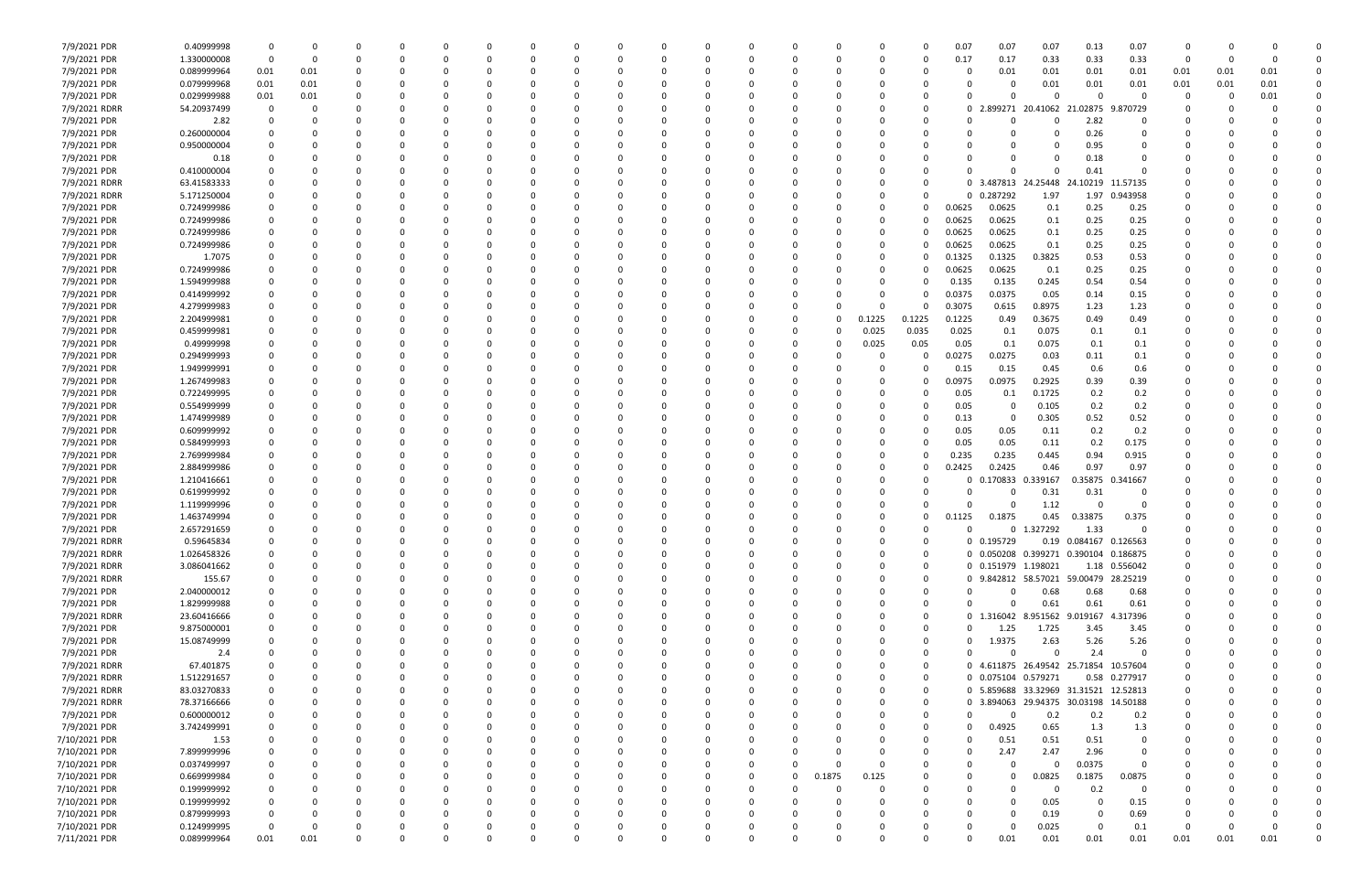| | | | | | | | | | | | | | | | | | | | | | | | | | | |
|---|---|---|---|---|---|---|---|---|---|---|---|---|---|---|---|---|---|---|---|---|---|---|---|---|---|---|
| 7/9/2021 PDR | 0.40999998 | 0 | 0 | 0 | 0 | 0 | 0 | 0 | 0 | 0 | 0 | 0 | 0 | 0 | 0 | 0 | 0 | 0.07 | 0.07 | 0.07 | 0.13 | 0.07 | 0 | 0 | 0 | 0 |
| 7/9/2021 PDR | 1.330000008 | 0 | 0 | 0 | 0 | 0 | 0 | 0 | 0 | 0 | 0 | 0 | 0 | 0 | 0 | 0 | 0 | 0.17 | 0.17 | 0.33 | 0.33 | 0.33 | 0 | 0 | 0 | 0 |
| 7/9/2021 PDR | 0.089999964 | 0.01 | 0.01 | 0 | 0 | 0 | 0 | 0 | 0 | 0 | 0 | 0 | 0 | 0 | 0 | 0 | 0 | 0 | 0.01 | 0.01 | 0.01 | 0.01 | 0.01 | 0.01 | 0.01 | 0 |
| 7/9/2021 PDR | 0.079999968 | 0.01 | 0.01 | 0 | 0 | 0 | 0 | 0 | 0 | 0 | 0 | 0 | 0 | 0 | 0 | 0 | 0 | 0 | 0 | 0.01 | 0.01 | 0.01 | 0.01 | 0.01 | 0.01 | 0 |
| 7/9/2021 PDR | 0.029999988 | 0.01 | 0.01 | 0 | 0 | 0 | 0 | 0 | 0 | 0 | 0 | 0 | 0 | 0 | 0 | 0 | 0 | 0 | 0 | 0 | 0 | 0 | 0 | 0 | 0.01 | 0 |
| 7/9/2021 RDRR | 54.20937499 | 0 | 0 | 0 | 0 | 0 | 0 | 0 | 0 | 0 | 0 | 0 | 0 | 0 | 0 | 0 | 0 | 0 | 2.899271 | 20.41062 | 21.02875 | 9.870729 | 0 | 0 | 0 | 0 |
| 7/9/2021 PDR | 2.82 | 0 | 0 | 0 | 0 | 0 | 0 | 0 | 0 | 0 | 0 | 0 | 0 | 0 | 0 | 0 | 0 | 0 | 0 | 0 | 2.82 | 0 | 0 | 0 | 0 | 0 |
| 7/9/2021 PDR | 0.260000004 | 0 | 0 | 0 | 0 | 0 | 0 | 0 | 0 | 0 | 0 | 0 | 0 | 0 | 0 | 0 | 0 | 0 | 0 | 0 | 0.26 | 0 | 0 | 0 | 0 | 0 |
| 7/9/2021 PDR | 0.950000004 | 0 | 0 | 0 | 0 | 0 | 0 | 0 | 0 | 0 | 0 | 0 | 0 | 0 | 0 | 0 | 0 | 0 | 0 | 0 | 0.95 | 0 | 0 | 0 | 0 | 0 |
| 7/9/2021 PDR | 0.18 | 0 | 0 | 0 | 0 | 0 | 0 | 0 | 0 | 0 | 0 | 0 | 0 | 0 | 0 | 0 | 0 | 0 | 0 | 0 | 0.18 | 0 | 0 | 0 | 0 | 0 |
| 7/9/2021 PDR | 0.410000004 | 0 | 0 | 0 | 0 | 0 | 0 | 0 | 0 | 0 | 0 | 0 | 0 | 0 | 0 | 0 | 0 | 0 | 0 | 0 | 0.41 | 0 | 0 | 0 | 0 | 0 |
| 7/9/2021 RDRR | 63.41583333 | 0 | 0 | 0 | 0 | 0 | 0 | 0 | 0 | 0 | 0 | 0 | 0 | 0 | 0 | 0 | 0 | 0 | 3.487813 | 24.25448 | 24.10219 | 11.57135 | 0 | 0 | 0 | 0 |
| 7/9/2021 RDRR | 5.171250004 | 0 | 0 | 0 | 0 | 0 | 0 | 0 | 0 | 0 | 0 | 0 | 0 | 0 | 0 | 0 | 0 | 0 | 0.287292 | 1.97 | 1.97 | 0.943958 | 0 | 0 | 0 | 0 |
| 7/9/2021 PDR | 0.724999986 | 0 | 0 | 0 | 0 | 0 | 0 | 0 | 0 | 0 | 0 | 0 | 0 | 0 | 0 | 0 | 0 | 0.0625 | 0.0625 | 0.1 | 0.25 | 0.25 | 0 | 0 | 0 | 0 |
| 7/9/2021 PDR | 0.724999986 | 0 | 0 | 0 | 0 | 0 | 0 | 0 | 0 | 0 | 0 | 0 | 0 | 0 | 0 | 0 | 0 | 0.0625 | 0.0625 | 0.1 | 0.25 | 0.25 | 0 | 0 | 0 | 0 |
| 7/9/2021 PDR | 0.724999986 | 0 | 0 | 0 | 0 | 0 | 0 | 0 | 0 | 0 | 0 | 0 | 0 | 0 | 0 | 0 | 0 | 0.0625 | 0.0625 | 0.1 | 0.25 | 0.25 | 0 | 0 | 0 | 0 |
| 7/9/2021 PDR | 0.724999986 | 0 | 0 | 0 | 0 | 0 | 0 | 0 | 0 | 0 | 0 | 0 | 0 | 0 | 0 | 0 | 0 | 0.0625 | 0.0625 | 0.1 | 0.25 | 0.25 | 0 | 0 | 0 | 0 |
| 7/9/2021 PDR | 1.7075 | 0 | 0 | 0 | 0 | 0 | 0 | 0 | 0 | 0 | 0 | 0 | 0 | 0 | 0 | 0 | 0 | 0.1325 | 0.1325 | 0.3825 | 0.53 | 0.53 | 0 | 0 | 0 | 0 |
| 7/9/2021 PDR | 0.724999986 | 0 | 0 | 0 | 0 | 0 | 0 | 0 | 0 | 0 | 0 | 0 | 0 | 0 | 0 | 0 | 0 | 0.0625 | 0.0625 | 0.1 | 0.25 | 0.25 | 0 | 0 | 0 | 0 |
| 7/9/2021 PDR | 1.594999988 | 0 | 0 | 0 | 0 | 0 | 0 | 0 | 0 | 0 | 0 | 0 | 0 | 0 | 0 | 0 | 0 | 0.135 | 0.135 | 0.245 | 0.54 | 0.54 | 0 | 0 | 0 | 0 |
| 7/9/2021 PDR | 0.414999992 | 0 | 0 | 0 | 0 | 0 | 0 | 0 | 0 | 0 | 0 | 0 | 0 | 0 | 0 | 0 | 0 | 0.0375 | 0.0375 | 0.05 | 0.14 | 0.15 | 0 | 0 | 0 | 0 |
| 7/9/2021 PDR | 4.279999983 | 0 | 0 | 0 | 0 | 0 | 0 | 0 | 0 | 0 | 0 | 0 | 0 | 0 | 0 | 0 | 0 | 0.3075 | 0.615 | 0.8975 | 1.23 | 1.23 | 0 | 0 | 0 | 0 |
| 7/9/2021 PDR | 2.204999981 | 0 | 0 | 0 | 0 | 0 | 0 | 0 | 0 | 0 | 0 | 0 | 0 | 0 | 0 | 0.1225 | 0.1225 | 0.1225 | 0.49 | 0.3675 | 0.49 | 0.49 | 0 | 0 | 0 | 0 |
| 7/9/2021 PDR | 0.459999981 | 0 | 0 | 0 | 0 | 0 | 0 | 0 | 0 | 0 | 0 | 0 | 0 | 0 | 0 | 0.025 | 0.035 | 0.025 | 0.1 | 0.075 | 0.1 | 0.1 | 0 | 0 | 0 | 0 |
| 7/9/2021 PDR | 0.49999998 | 0 | 0 | 0 | 0 | 0 | 0 | 0 | 0 | 0 | 0 | 0 | 0 | 0 | 0 | 0.025 | 0.05 | 0.05 | 0.1 | 0.075 | 0.1 | 0.1 | 0 | 0 | 0 | 0 |
| 7/9/2021 PDR | 0.294999993 | 0 | 0 | 0 | 0 | 0 | 0 | 0 | 0 | 0 | 0 | 0 | 0 | 0 | 0 | 0 | 0 | 0.0275 | 0.0275 | 0.03 | 0.11 | 0.1 | 0 | 0 | 0 | 0 |
| 7/9/2021 PDR | 1.949999991 | 0 | 0 | 0 | 0 | 0 | 0 | 0 | 0 | 0 | 0 | 0 | 0 | 0 | 0 | 0 | 0 | 0.15 | 0.15 | 0.45 | 0.6 | 0.6 | 0 | 0 | 0 | 0 |
| 7/9/2021 PDR | 1.267499983 | 0 | 0 | 0 | 0 | 0 | 0 | 0 | 0 | 0 | 0 | 0 | 0 | 0 | 0 | 0 | 0 | 0.0975 | 0.0975 | 0.2925 | 0.39 | 0.39 | 0 | 0 | 0 | 0 |
| 7/9/2021 PDR | 0.722499995 | 0 | 0 | 0 | 0 | 0 | 0 | 0 | 0 | 0 | 0 | 0 | 0 | 0 | 0 | 0 | 0 | 0.05 | 0.1 | 0.1725 | 0.2 | 0.2 | 0 | 0 | 0 | 0 |
| 7/9/2021 PDR | 0.554999999 | 0 | 0 | 0 | 0 | 0 | 0 | 0 | 0 | 0 | 0 | 0 | 0 | 0 | 0 | 0 | 0 | 0.05 | 0 | 0.105 | 0.2 | 0.2 | 0 | 0 | 0 | 0 |
| 7/9/2021 PDR | 1.474999989 | 0 | 0 | 0 | 0 | 0 | 0 | 0 | 0 | 0 | 0 | 0 | 0 | 0 | 0 | 0 | 0 | 0.13 | 0 | 0.305 | 0.52 | 0.52 | 0 | 0 | 0 | 0 |
| 7/9/2021 PDR | 0.609999992 | 0 | 0 | 0 | 0 | 0 | 0 | 0 | 0 | 0 | 0 | 0 | 0 | 0 | 0 | 0 | 0 | 0.05 | 0.05 | 0.11 | 0.2 | 0.2 | 0 | 0 | 0 | 0 |
| 7/9/2021 PDR | 0.584999993 | 0 | 0 | 0 | 0 | 0 | 0 | 0 | 0 | 0 | 0 | 0 | 0 | 0 | 0 | 0 | 0 | 0.05 | 0.05 | 0.11 | 0.2 | 0.175 | 0 | 0 | 0 | 0 |
| 7/9/2021 PDR | 2.769999984 | 0 | 0 | 0 | 0 | 0 | 0 | 0 | 0 | 0 | 0 | 0 | 0 | 0 | 0 | 0 | 0 | 0.235 | 0.235 | 0.445 | 0.94 | 0.915 | 0 | 0 | 0 | 0 |
| 7/9/2021 PDR | 2.884999986 | 0 | 0 | 0 | 0 | 0 | 0 | 0 | 0 | 0 | 0 | 0 | 0 | 0 | 0 | 0 | 0 | 0.2425 | 0.2425 | 0.46 | 0.97 | 0.97 | 0 | 0 | 0 | 0 |
| 7/9/2021 PDR | 1.210416661 | 0 | 0 | 0 | 0 | 0 | 0 | 0 | 0 | 0 | 0 | 0 | 0 | 0 | 0 | 0 | 0 | 0 | 0.170833 | 0.339167 | 0.35875 | 0.341667 | 0 | 0 | 0 | 0 |
| 7/9/2021 PDR | 0.619999992 | 0 | 0 | 0 | 0 | 0 | 0 | 0 | 0 | 0 | 0 | 0 | 0 | 0 | 0 | 0 | 0 | 0 | 0 | 0.31 | 0.31 | 0 | 0 | 0 | 0 | 0 |
| 7/9/2021 PDR | 1.119999996 | 0 | 0 | 0 | 0 | 0 | 0 | 0 | 0 | 0 | 0 | 0 | 0 | 0 | 0 | 0 | 0 | 0 | 0 | 1.12 | 0 | 0 | 0 | 0 | 0 | 0 |
| 7/9/2021 PDR | 1.463749994 | 0 | 0 | 0 | 0 | 0 | 0 | 0 | 0 | 0 | 0 | 0 | 0 | 0 | 0 | 0 | 0 | 0.1125 | 0.1875 | 0.45 | 0.33875 | 0.375 | 0 | 0 | 0 | 0 |
| 7/9/2021 PDR | 2.657291659 | 0 | 0 | 0 | 0 | 0 | 0 | 0 | 0 | 0 | 0 | 0 | 0 | 0 | 0 | 0 | 0 | 0 | 0 | 1.327292 | 1.33 | 0 | 0 | 0 | 0 | 0 |
| 7/9/2021 RDRR | 0.59645834 | 0 | 0 | 0 | 0 | 0 | 0 | 0 | 0 | 0 | 0 | 0 | 0 | 0 | 0 | 0 | 0 | 0 | 0.195729 | 0.19 | 0.084167 | 0.126563 | 0 | 0 | 0 | 0 |
| 7/9/2021 RDRR | 1.026458326 | 0 | 0 | 0 | 0 | 0 | 0 | 0 | 0 | 0 | 0 | 0 | 0 | 0 | 0 | 0 | 0 | 0 | 0.050208 | 0.399271 | 0.390104 | 0.186875 | 0 | 0 | 0 | 0 |
| 7/9/2021 RDRR | 3.086041662 | 0 | 0 | 0 | 0 | 0 | 0 | 0 | 0 | 0 | 0 | 0 | 0 | 0 | 0 | 0 | 0 | 0 | 0.151979 | 1.198021 | 1.18 | 0.556042 | 0 | 0 | 0 | 0 |
| 7/9/2021 RDRR | 155.67 | 0 | 0 | 0 | 0 | 0 | 0 | 0 | 0 | 0 | 0 | 0 | 0 | 0 | 0 | 0 | 0 | 0 | 9.842812 | 58.57021 | 59.00479 | 28.25219 | 0 | 0 | 0 | 0 |
| 7/9/2021 PDR | 2.040000012 | 0 | 0 | 0 | 0 | 0 | 0 | 0 | 0 | 0 | 0 | 0 | 0 | 0 | 0 | 0 | 0 | 0 | 0 | 0.68 | 0.68 | 0.68 | 0 | 0 | 0 | 0 |
| 7/9/2021 PDR | 1.829999988 | 0 | 0 | 0 | 0 | 0 | 0 | 0 | 0 | 0 | 0 | 0 | 0 | 0 | 0 | 0 | 0 | 0 | 0 | 0.61 | 0.61 | 0.61 | 0 | 0 | 0 | 0 |
| 7/9/2021 RDRR | 23.60416666 | 0 | 0 | 0 | 0 | 0 | 0 | 0 | 0 | 0 | 0 | 0 | 0 | 0 | 0 | 0 | 0 | 0 | 1.316042 | 8.951562 | 9.019167 | 4.317396 | 0 | 0 | 0 | 0 |
| 7/9/2021 PDR | 9.875000001 | 0 | 0 | 0 | 0 | 0 | 0 | 0 | 0 | 0 | 0 | 0 | 0 | 0 | 0 | 0 | 0 | 0 | 1.25 | 1.725 | 3.45 | 3.45 | 0 | 0 | 0 | 0 |
| 7/9/2021 PDR | 15.08749999 | 0 | 0 | 0 | 0 | 0 | 0 | 0 | 0 | 0 | 0 | 0 | 0 | 0 | 0 | 0 | 0 | 0 | 1.9375 | 2.63 | 5.26 | 5.26 | 0 | 0 | 0 | 0 |
| 7/9/2021 PDR | 2.4 | 0 | 0 | 0 | 0 | 0 | 0 | 0 | 0 | 0 | 0 | 0 | 0 | 0 | 0 | 0 | 0 | 0 | 0 | 0 | 2.4 | 0 | 0 | 0 | 0 | 0 |
| 7/9/2021 RDRR | 67.401875 | 0 | 0 | 0 | 0 | 0 | 0 | 0 | 0 | 0 | 0 | 0 | 0 | 0 | 0 | 0 | 0 | 0 | 4.611875 | 26.49542 | 25.71854 | 10.57604 | 0 | 0 | 0 | 0 |
| 7/9/2021 RDRR | 1.512291657 | 0 | 0 | 0 | 0 | 0 | 0 | 0 | 0 | 0 | 0 | 0 | 0 | 0 | 0 | 0 | 0 | 0 | 0.075104 | 0.579271 | 0.58 | 0.277917 | 0 | 0 | 0 | 0 |
| 7/9/2021 RDRR | 83.03270833 | 0 | 0 | 0 | 0 | 0 | 0 | 0 | 0 | 0 | 0 | 0 | 0 | 0 | 0 | 0 | 0 | 0 | 5.859688 | 33.32969 | 31.31521 | 12.52813 | 0 | 0 | 0 | 0 |
| 7/9/2021 RDRR | 78.37166666 | 0 | 0 | 0 | 0 | 0 | 0 | 0 | 0 | 0 | 0 | 0 | 0 | 0 | 0 | 0 | 0 | 0 | 3.894063 | 29.94375 | 30.03198 | 14.50188 | 0 | 0 | 0 | 0 |
| 7/9/2021 PDR | 0.600000012 | 0 | 0 | 0 | 0 | 0 | 0 | 0 | 0 | 0 | 0 | 0 | 0 | 0 | 0 | 0 | 0 | 0 | 0 | 0.2 | 0.2 | 0.2 | 0 | 0 | 0 | 0 |
| 7/9/2021 PDR | 3.742499991 | 0 | 0 | 0 | 0 | 0 | 0 | 0 | 0 | 0 | 0 | 0 | 0 | 0 | 0 | 0 | 0 | 0 | 0.4925 | 0.65 | 1.3 | 1.3 | 0 | 0 | 0 | 0 |
| 7/10/2021 PDR | 1.53 | 0 | 0 | 0 | 0 | 0 | 0 | 0 | 0 | 0 | 0 | 0 | 0 | 0 | 0 | 0 | 0 | 0 | 0.51 | 0.51 | 0.51 | 0 | 0 | 0 | 0 | 0 |
| 7/10/2021 PDR | 7.899999996 | 0 | 0 | 0 | 0 | 0 | 0 | 0 | 0 | 0 | 0 | 0 | 0 | 0 | 0 | 0 | 0 | 0 | 2.47 | 2.47 | 2.96 | 0 | 0 | 0 | 0 | 0 |
| 7/10/2021 PDR | 0.037499997 | 0 | 0 | 0 | 0 | 0 | 0 | 0 | 0 | 0 | 0 | 0 | 0 | 0 | 0 | 0 | 0 | 0 | 0 | 0 | 0.0375 | 0 | 0 | 0 | 0 | 0 |
| 7/10/2021 PDR | 0.669999984 | 0 | 0 | 0 | 0 | 0 | 0 | 0 | 0 | 0 | 0 | 0 | 0 | 0 | 0.1875 | 0.125 | 0 | 0 | 0 | 0.0825 | 0.1875 | 0.0875 | 0 | 0 | 0 | 0 |
| 7/10/2021 PDR | 0.199999992 | 0 | 0 | 0 | 0 | 0 | 0 | 0 | 0 | 0 | 0 | 0 | 0 | 0 | 0 | 0 | 0 | 0 | 0 | 0 | 0.2 | 0 | 0 | 0 | 0 | 0 |
| 7/10/2021 PDR | 0.199999992 | 0 | 0 | 0 | 0 | 0 | 0 | 0 | 0 | 0 | 0 | 0 | 0 | 0 | 0 | 0 | 0 | 0 | 0 | 0.05 | 0 | 0.15 | 0 | 0 | 0 | 0 |
| 7/10/2021 PDR | 0.879999993 | 0 | 0 | 0 | 0 | 0 | 0 | 0 | 0 | 0 | 0 | 0 | 0 | 0 | 0 | 0 | 0 | 0 | 0 | 0.19 | 0 | 0.69 | 0 | 0 | 0 | 0 |
| 7/10/2021 PDR | 0.124999995 | 0 | 0 | 0 | 0 | 0 | 0 | 0 | 0 | 0 | 0 | 0 | 0 | 0 | 0 | 0 | 0 | 0 | 0 | 0.025 | 0 | 0.1 | 0 | 0 | 0 | 0 |
| 7/11/2021 PDR | 0.089999964 | 0.01 | 0.01 | 0 | 0 | 0 | 0 | 0 | 0 | 0 | 0 | 0 | 0 | 0 | 0 | 0 | 0 | 0 | 0.01 | 0.01 | 0.01 | 0.01 | 0.01 | 0.01 | 0.01 | 0 |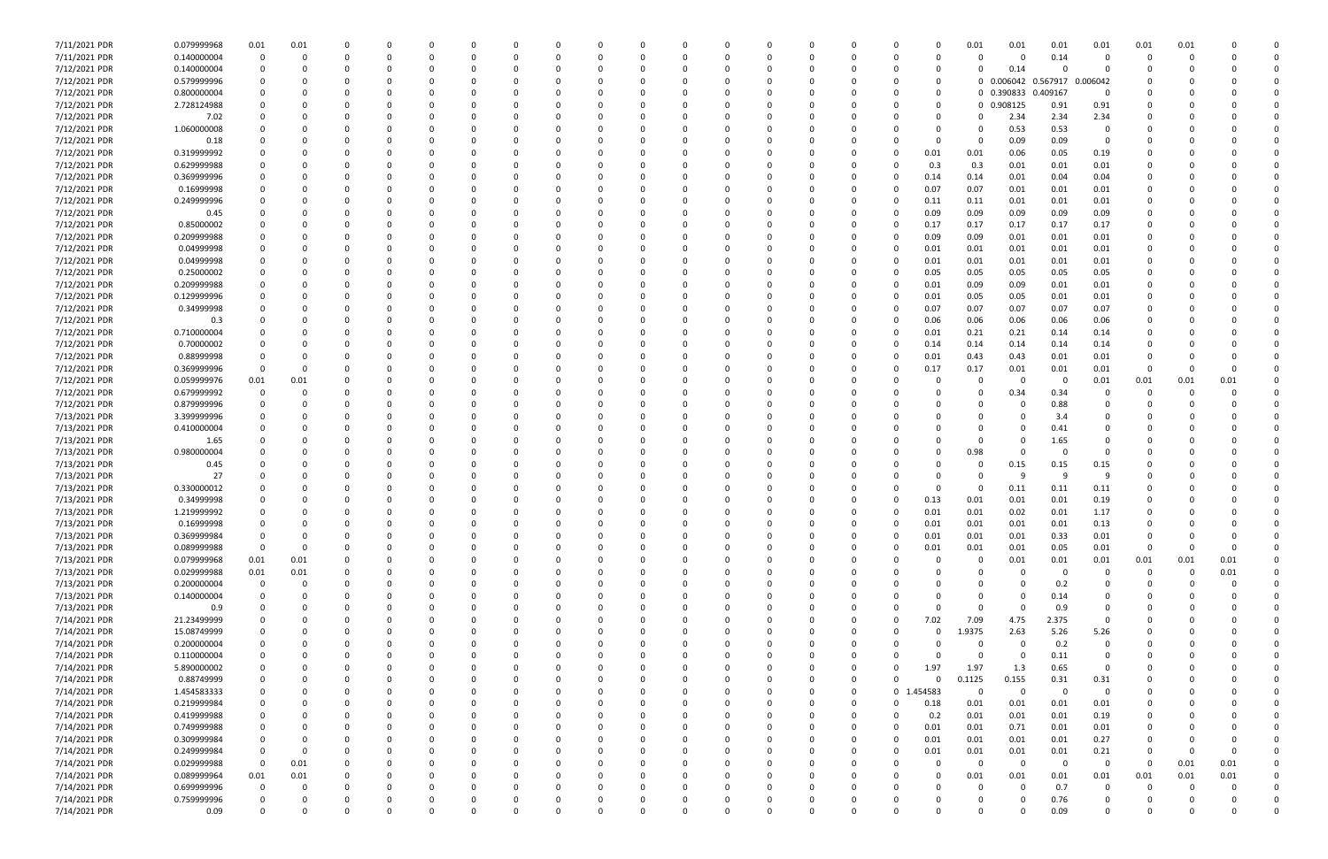| | | | | | | | | | | | | | | | | | | | | | | | | | | |
|---|---|---|---|---|---|---|---|---|---|---|---|---|---|---|---|---|---|---|---|---|---|---|---|---|---|---|
| 7/11/2021 PDR | 0.079999968 | 0.01 | 0.01 | 0 | 0 | 0 | 0 | 0 | 0 | 0 | 0 | 0 | 0 | 0 | 0 | 0 | 0 | 0 | 0.01 | 0.01 | 0.01 | 0.01 | 0.01 | 0.01 | 0 | 0 |
| 7/11/2021 PDR | 0.140000004 | 0 | 0 | 0 | 0 | 0 | 0 | 0 | 0 | 0 | 0 | 0 | 0 | 0 | 0 | 0 | 0 | 0 | 0 | 0 | 0.14 | 0 | 0 | 0 | 0 | 0 |
| 7/12/2021 PDR | 0.140000004 | 0 | 0 | 0 | 0 | 0 | 0 | 0 | 0 | 0 | 0 | 0 | 0 | 0 | 0 | 0 | 0 | 0 | 0 | 0.14 | 0 | 0 | 0 | 0 | 0 | 0 |
| 7/12/2021 PDR | 0.579999996 | 0 | 0 | 0 | 0 | 0 | 0 | 0 | 0 | 0 | 0 | 0 | 0 | 0 | 0 | 0 | 0 | 0 | 0 | 0.006042 | 0.567917 | 0.006042 | 0 | 0 | 0 | 0 |
| 7/12/2021 PDR | 0.800000004 | 0 | 0 | 0 | 0 | 0 | 0 | 0 | 0 | 0 | 0 | 0 | 0 | 0 | 0 | 0 | 0 | 0 | 0 | 0.390833 | 0.409167 | 0 | 0 | 0 | 0 | 0 |
| 7/12/2021 PDR | 2.728124988 | 0 | 0 | 0 | 0 | 0 | 0 | 0 | 0 | 0 | 0 | 0 | 0 | 0 | 0 | 0 | 0 | 0 | 0 | 0.908125 | 0.91 | 0.91 | 0 | 0 | 0 | 0 |
| 7/12/2021 PDR | 7.02 | 0 | 0 | 0 | 0 | 0 | 0 | 0 | 0 | 0 | 0 | 0 | 0 | 0 | 0 | 0 | 0 | 0 | 0 | 2.34 | 2.34 | 2.34 | 0 | 0 | 0 | 0 |
| 7/12/2021 PDR | 1.060000008 | 0 | 0 | 0 | 0 | 0 | 0 | 0 | 0 | 0 | 0 | 0 | 0 | 0 | 0 | 0 | 0 | 0 | 0 | 0.53 | 0.53 | 0 | 0 | 0 | 0 | 0 |
| 7/12/2021 PDR | 0.18 | 0 | 0 | 0 | 0 | 0 | 0 | 0 | 0 | 0 | 0 | 0 | 0 | 0 | 0 | 0 | 0 | 0 | 0 | 0.09 | 0.09 | 0 | 0 | 0 | 0 | 0 |
| 7/12/2021 PDR | 0.319999992 | 0 | 0 | 0 | 0 | 0 | 0 | 0 | 0 | 0 | 0 | 0 | 0 | 0 | 0 | 0 | 0 | 0.01 | 0.01 | 0.06 | 0.05 | 0.19 | 0 | 0 | 0 | 0 |
| 7/12/2021 PDR | 0.629999988 | 0 | 0 | 0 | 0 | 0 | 0 | 0 | 0 | 0 | 0 | 0 | 0 | 0 | 0 | 0 | 0 | 0.3 | 0.3 | 0.01 | 0.01 | 0.01 | 0 | 0 | 0 | 0 |
| 7/12/2021 PDR | 0.369999996 | 0 | 0 | 0 | 0 | 0 | 0 | 0 | 0 | 0 | 0 | 0 | 0 | 0 | 0 | 0 | 0 | 0.14 | 0.14 | 0.01 | 0.04 | 0.04 | 0 | 0 | 0 | 0 |
| 7/12/2021 PDR | 0.16999998 | 0 | 0 | 0 | 0 | 0 | 0 | 0 | 0 | 0 | 0 | 0 | 0 | 0 | 0 | 0 | 0 | 0.07 | 0.07 | 0.01 | 0.01 | 0.01 | 0 | 0 | 0 | 0 |
| 7/12/2021 PDR | 0.249999996 | 0 | 0 | 0 | 0 | 0 | 0 | 0 | 0 | 0 | 0 | 0 | 0 | 0 | 0 | 0 | 0 | 0.11 | 0.11 | 0.01 | 0.01 | 0.01 | 0 | 0 | 0 | 0 |
| 7/12/2021 PDR | 0.45 | 0 | 0 | 0 | 0 | 0 | 0 | 0 | 0 | 0 | 0 | 0 | 0 | 0 | 0 | 0 | 0 | 0.09 | 0.09 | 0.09 | 0.09 | 0.09 | 0 | 0 | 0 | 0 |
| 7/12/2021 PDR | 0.85000002 | 0 | 0 | 0 | 0 | 0 | 0 | 0 | 0 | 0 | 0 | 0 | 0 | 0 | 0 | 0 | 0 | 0.17 | 0.17 | 0.17 | 0.17 | 0.17 | 0 | 0 | 0 | 0 |
| 7/12/2021 PDR | 0.209999988 | 0 | 0 | 0 | 0 | 0 | 0 | 0 | 0 | 0 | 0 | 0 | 0 | 0 | 0 | 0 | 0 | 0.09 | 0.09 | 0.01 | 0.01 | 0.01 | 0 | 0 | 0 | 0 |
| 7/12/2021 PDR | 0.04999998 | 0 | 0 | 0 | 0 | 0 | 0 | 0 | 0 | 0 | 0 | 0 | 0 | 0 | 0 | 0 | 0 | 0.01 | 0.01 | 0.01 | 0.01 | 0.01 | 0 | 0 | 0 | 0 |
| 7/12/2021 PDR | 0.04999998 | 0 | 0 | 0 | 0 | 0 | 0 | 0 | 0 | 0 | 0 | 0 | 0 | 0 | 0 | 0 | 0 | 0.01 | 0.01 | 0.01 | 0.01 | 0.01 | 0 | 0 | 0 | 0 |
| 7/12/2021 PDR | 0.25000002 | 0 | 0 | 0 | 0 | 0 | 0 | 0 | 0 | 0 | 0 | 0 | 0 | 0 | 0 | 0 | 0 | 0.05 | 0.05 | 0.05 | 0.05 | 0.05 | 0 | 0 | 0 | 0 |
| 7/12/2021 PDR | 0.209999988 | 0 | 0 | 0 | 0 | 0 | 0 | 0 | 0 | 0 | 0 | 0 | 0 | 0 | 0 | 0 | 0 | 0.01 | 0.09 | 0.09 | 0.01 | 0.01 | 0 | 0 | 0 | 0 |
| 7/12/2021 PDR | 0.12999996 | 0 | 0 | 0 | 0 | 0 | 0 | 0 | 0 | 0 | 0 | 0 | 0 | 0 | 0 | 0 | 0 | 0.01 | 0.05 | 0.05 | 0.01 | 0.01 | 0 | 0 | 0 | 0 |
| 7/12/2021 PDR | 0.34999998 | 0 | 0 | 0 | 0 | 0 | 0 | 0 | 0 | 0 | 0 | 0 | 0 | 0 | 0 | 0 | 0 | 0.07 | 0.07 | 0.07 | 0.07 | 0.07 | 0 | 0 | 0 | 0 |
| 7/12/2021 PDR | 0.3 | 0 | 0 | 0 | 0 | 0 | 0 | 0 | 0 | 0 | 0 | 0 | 0 | 0 | 0 | 0 | 0 | 0.06 | 0.06 | 0.06 | 0.06 | 0.06 | 0 | 0 | 0 | 0 |
| 7/12/2021 PDR | 0.710000004 | 0 | 0 | 0 | 0 | 0 | 0 | 0 | 0 | 0 | 0 | 0 | 0 | 0 | 0 | 0 | 0 | 0.01 | 0.21 | 0.21 | 0.14 | 0.14 | 0 | 0 | 0 | 0 |
| 7/12/2021 PDR | 0.70000002 | 0 | 0 | 0 | 0 | 0 | 0 | 0 | 0 | 0 | 0 | 0 | 0 | 0 | 0 | 0 | 0 | 0.14 | 0.14 | 0.14 | 0.14 | 0.14 | 0 | 0 | 0 | 0 |
| 7/12/2021 PDR | 0.88999998 | 0 | 0 | 0 | 0 | 0 | 0 | 0 | 0 | 0 | 0 | 0 | 0 | 0 | 0 | 0 | 0 | 0.01 | 0.43 | 0.43 | 0.01 | 0.01 | 0 | 0 | 0 | 0 |
| 7/12/2021 PDR | 0.369999996 | 0 | 0 | 0 | 0 | 0 | 0 | 0 | 0 | 0 | 0 | 0 | 0 | 0 | 0 | 0 | 0 | 0.17 | 0.17 | 0.01 | 0.01 | 0.01 | 0 | 0 | 0 | 0 |
| 7/12/2021 PDR | 0.059999976 | 0.01 | 0.01 | 0 | 0 | 0 | 0 | 0 | 0 | 0 | 0 | 0 | 0 | 0 | 0 | 0 | 0 | 0 | 0 | 0 | 0 | 0.01 | 0.01 | 0.01 | 0.01 | 0 |
| 7/12/2021 PDR | 0.679999992 | 0 | 0 | 0 | 0 | 0 | 0 | 0 | 0 | 0 | 0 | 0 | 0 | 0 | 0 | 0 | 0 | 0 | 0 | 0.34 | 0.34 | 0 | 0 | 0 | 0 | 0 |
| 7/12/2021 PDR | 0.879999996 | 0 | 0 | 0 | 0 | 0 | 0 | 0 | 0 | 0 | 0 | 0 | 0 | 0 | 0 | 0 | 0 | 0 | 0 | 0 | 0.88 | 0 | 0 | 0 | 0 | 0 |
| 7/13/2021 PDR | 3.399999996 | 0 | 0 | 0 | 0 | 0 | 0 | 0 | 0 | 0 | 0 | 0 | 0 | 0 | 0 | 0 | 0 | 0 | 0 | 0 | 3.4 | 0 | 0 | 0 | 0 | 0 |
| 7/13/2021 PDR | 0.410000004 | 0 | 0 | 0 | 0 | 0 | 0 | 0 | 0 | 0 | 0 | 0 | 0 | 0 | 0 | 0 | 0 | 0 | 0 | 0 | 0.41 | 0 | 0 | 0 | 0 | 0 |
| 7/13/2021 PDR | 1.65 | 0 | 0 | 0 | 0 | 0 | 0 | 0 | 0 | 0 | 0 | 0 | 0 | 0 | 0 | 0 | 0 | 0 | 0 | 0 | 1.65 | 0 | 0 | 0 | 0 | 0 |
| 7/13/2021 PDR | 0.980000004 | 0 | 0 | 0 | 0 | 0 | 0 | 0 | 0 | 0 | 0 | 0 | 0 | 0 | 0 | 0 | 0 | 0 | 0.98 | 0 | 0 | 0 | 0 | 0 | 0 | 0 |
| 7/13/2021 PDR | 0.45 | 0 | 0 | 0 | 0 | 0 | 0 | 0 | 0 | 0 | 0 | 0 | 0 | 0 | 0 | 0 | 0 | 0 | 0 | 0.15 | 0.15 | 0.15 | 0 | 0 | 0 | 0 |
| 7/13/2021 PDR | 27 | 0 | 0 | 0 | 0 | 0 | 0 | 0 | 0 | 0 | 0 | 0 | 0 | 0 | 0 | 0 | 0 | 0 | 0 | 9 | 9 | 9 | 0 | 0 | 0 | 0 |
| 7/13/2021 PDR | 0.330000012 | 0 | 0 | 0 | 0 | 0 | 0 | 0 | 0 | 0 | 0 | 0 | 0 | 0 | 0 | 0 | 0 | 0 | 0 | 0.11 | 0.11 | 0.11 | 0 | 0 | 0 | 0 |
| 7/13/2021 PDR | 0.34999998 | 0 | 0 | 0 | 0 | 0 | 0 | 0 | 0 | 0 | 0 | 0 | 0 | 0 | 0 | 0 | 0 | 0.13 | 0.01 | 0.01 | 0.01 | 0.19 | 0 | 0 | 0 | 0 |
| 7/13/2021 PDR | 1.219999992 | 0 | 0 | 0 | 0 | 0 | 0 | 0 | 0 | 0 | 0 | 0 | 0 | 0 | 0 | 0 | 0 | 0.01 | 0.01 | 0.02 | 0.01 | 1.17 | 0 | 0 | 0 | 0 |
| 7/13/2021 PDR | 0.16999998 | 0 | 0 | 0 | 0 | 0 | 0 | 0 | 0 | 0 | 0 | 0 | 0 | 0 | 0 | 0 | 0 | 0.01 | 0.01 | 0.01 | 0.01 | 0.13 | 0 | 0 | 0 | 0 |
| 7/13/2021 PDR | 0.369999984 | 0 | 0 | 0 | 0 | 0 | 0 | 0 | 0 | 0 | 0 | 0 | 0 | 0 | 0 | 0 | 0 | 0.01 | 0.01 | 0.01 | 0.33 | 0.01 | 0 | 0 | 0 | 0 |
| 7/13/2021 PDR | 0.089999988 | 0 | 0 | 0 | 0 | 0 | 0 | 0 | 0 | 0 | 0 | 0 | 0 | 0 | 0 | 0 | 0 | 0.01 | 0.01 | 0.01 | 0.05 | 0.01 | 0 | 0 | 0 | 0 |
| 7/13/2021 PDR | 0.079999968 | 0.01 | 0.01 | 0 | 0 | 0 | 0 | 0 | 0 | 0 | 0 | 0 | 0 | 0 | 0 | 0 | 0 | 0 | 0 | 0.01 | 0.01 | 0.01 | 0.01 | 0.01 | 0.01 | 0 |
| 7/13/2021 PDR | 0.029999988 | 0.01 | 0.01 | 0 | 0 | 0 | 0 | 0 | 0 | 0 | 0 | 0 | 0 | 0 | 0 | 0 | 0 | 0 | 0 | 0 | 0 | 0 | 0 | 0 | 0.01 | 0 |
| 7/13/2021 PDR | 0.200000004 | 0 | 0 | 0 | 0 | 0 | 0 | 0 | 0 | 0 | 0 | 0 | 0 | 0 | 0 | 0 | 0 | 0 | 0 | 0 | 0.2 | 0 | 0 | 0 | 0 | 0 |
| 7/13/2021 PDR | 0.140000004 | 0 | 0 | 0 | 0 | 0 | 0 | 0 | 0 | 0 | 0 | 0 | 0 | 0 | 0 | 0 | 0 | 0 | 0 | 0 | 0.14 | 0 | 0 | 0 | 0 | 0 |
| 7/13/2021 PDR | 0.9 | 0 | 0 | 0 | 0 | 0 | 0 | 0 | 0 | 0 | 0 | 0 | 0 | 0 | 0 | 0 | 0 | 0 | 0 | 0 | 0.9 | 0 | 0 | 0 | 0 | 0 |
| 7/14/2021 PDR | 21.23499999 | 0 | 0 | 0 | 0 | 0 | 0 | 0 | 0 | 0 | 0 | 0 | 0 | 0 | 0 | 0 | 0 | 7.02 | 7.09 | 4.75 | 2.375 | 0 | 0 | 0 | 0 | 0 |
| 7/14/2021 PDR | 15.08749999 | 0 | 0 | 0 | 0 | 0 | 0 | 0 | 0 | 0 | 0 | 0 | 0 | 0 | 0 | 0 | 0 | 0 | 1.9375 | 2.63 | 5.26 | 5.26 | 0 | 0 | 0 | 0 |
| 7/14/2021 PDR | 0.200000004 | 0 | 0 | 0 | 0 | 0 | 0 | 0 | 0 | 0 | 0 | 0 | 0 | 0 | 0 | 0 | 0 | 0 | 0 | 0 | 0.2 | 0 | 0 | 0 | 0 | 0 |
| 7/14/2021 PDR | 0.110000004 | 0 | 0 | 0 | 0 | 0 | 0 | 0 | 0 | 0 | 0 | 0 | 0 | 0 | 0 | 0 | 0 | 0 | 0 | 0 | 0.11 | 0 | 0 | 0 | 0 | 0 |
| 7/14/2021 PDR | 5.890000002 | 0 | 0 | 0 | 0 | 0 | 0 | 0 | 0 | 0 | 0 | 0 | 0 | 0 | 0 | 0 | 0 | 1.97 | 1.97 | 1.3 | 0.65 | 0 | 0 | 0 | 0 | 0 |
| 7/14/2021 PDR | 0.88749999 | 0 | 0 | 0 | 0 | 0 | 0 | 0 | 0 | 0 | 0 | 0 | 0 | 0 | 0 | 0 | 0 | 0 | 0.1125 | 0.155 | 0.31 | 0.31 | 0 | 0 | 0 | 0 |
| 7/14/2021 PDR | 1.454583333 | 0 | 0 | 0 | 0 | 0 | 0 | 0 | 0 | 0 | 0 | 0 | 0 | 0 | 0 | 0 | 0 | 1.454583 | 0 | 0 | 0 | 0 | 0 | 0 | 0 | 0 |
| 7/14/2021 PDR | 0.219999984 | 0 | 0 | 0 | 0 | 0 | 0 | 0 | 0 | 0 | 0 | 0 | 0 | 0 | 0 | 0 | 0 | 0.18 | 0.01 | 0.01 | 0.01 | 0.01 | 0 | 0 | 0 | 0 |
| 7/14/2021 PDR | 0.419999988 | 0 | 0 | 0 | 0 | 0 | 0 | 0 | 0 | 0 | 0 | 0 | 0 | 0 | 0 | 0 | 0 | 0.2 | 0.01 | 0.01 | 0.01 | 0.19 | 0 | 0 | 0 | 0 |
| 7/14/2021 PDR | 0.749999988 | 0 | 0 | 0 | 0 | 0 | 0 | 0 | 0 | 0 | 0 | 0 | 0 | 0 | 0 | 0 | 0 | 0.01 | 0.01 | 0.71 | 0.01 | 0.01 | 0 | 0 | 0 | 0 |
| 7/14/2021 PDR | 0.309999984 | 0 | 0 | 0 | 0 | 0 | 0 | 0 | 0 | 0 | 0 | 0 | 0 | 0 | 0 | 0 | 0 | 0.01 | 0.01 | 0.01 | 0.01 | 0.27 | 0 | 0 | 0 | 0 |
| 7/14/2021 PDR | 0.249999984 | 0 | 0 | 0 | 0 | 0 | 0 | 0 | 0 | 0 | 0 | 0 | 0 | 0 | 0 | 0 | 0 | 0.01 | 0.01 | 0.01 | 0.01 | 0.21 | 0 | 0 | 0 | 0 |
| 7/14/2021 PDR | 0.029999988 | 0 | 0.01 | 0 | 0 | 0 | 0 | 0 | 0 | 0 | 0 | 0 | 0 | 0 | 0 | 0 | 0 | 0 | 0 | 0 | 0 | 0 | 0 | 0.01 | 0.01 | 0 |
| 7/14/2021 PDR | 0.089999964 | 0.01 | 0.01 | 0 | 0 | 0 | 0 | 0 | 0 | 0 | 0 | 0 | 0 | 0 | 0 | 0 | 0 | 0 | 0.01 | 0.01 | 0.01 | 0.01 | 0.01 | 0.01 | 0.01 | 0 |
| 7/14/2021 PDR | 0.699999996 | 0 | 0 | 0 | 0 | 0 | 0 | 0 | 0 | 0 | 0 | 0 | 0 | 0 | 0 | 0 | 0 | 0 | 0 | 0 | 0.7 | 0 | 0 | 0 | 0 | 0 |
| 7/14/2021 PDR | 0.759999996 | 0 | 0 | 0 | 0 | 0 | 0 | 0 | 0 | 0 | 0 | 0 | 0 | 0 | 0 | 0 | 0 | 0 | 0 | 0 | 0.76 | 0 | 0 | 0 | 0 | 0 |
| 7/14/2021 PDR | 0.09 | 0 | 0 | 0 | 0 | 0 | 0 | 0 | 0 | 0 | 0 | 0 | 0 | 0 | 0 | 0 | 0 | 0 | 0 | 0 | 0.09 | 0 | 0 | 0 | 0 | 0 |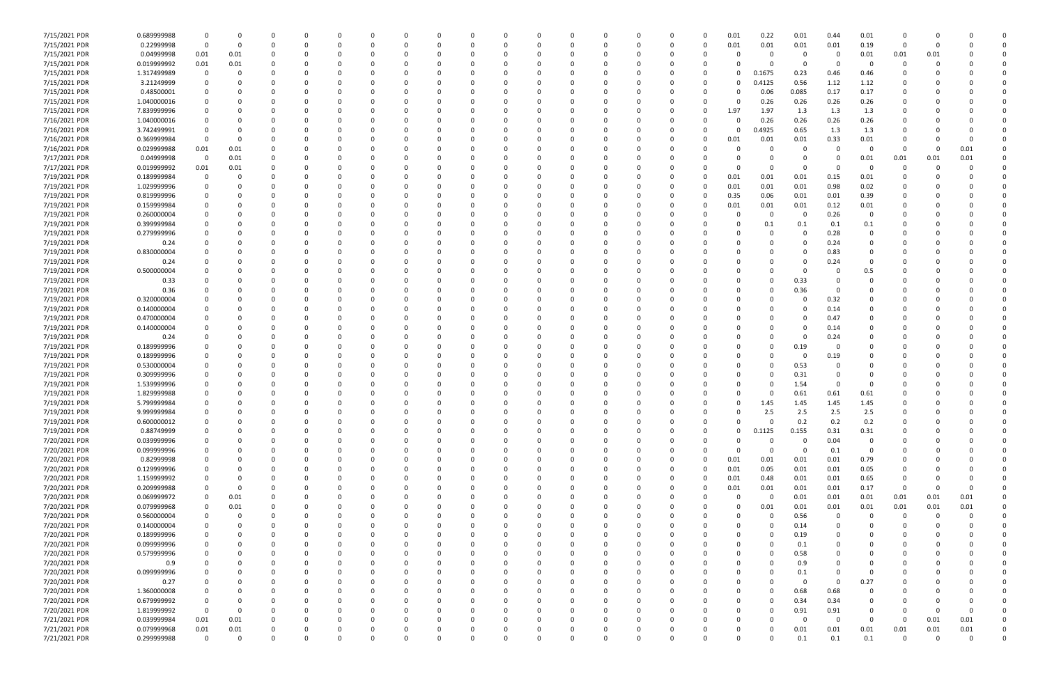| | | | | | | | | | | | | | | | | | | | | | | | | | | |
|---|---|---|---|---|---|---|---|---|---|---|---|---|---|---|---|---|---|---|---|---|---|---|---|---|---|---|
| 7/15/2021 PDR | 0.689999988 | 0 | 0 | 0 | 0 | 0 | 0 | 0 | 0 | 0 | 0 | 0 | 0 | 0 | 0 | 0 | 0 | 0.01 | 0.22 | 0.01 | 0.44 | 0.01 | 0 | 0 | 0 | 0 |
| 7/15/2021 PDR | 0.22999998 | 0 | 0 | 0 | 0 | 0 | 0 | 0 | 0 | 0 | 0 | 0 | 0 | 0 | 0 | 0 | 0 | 0.01 | 0.01 | 0.01 | 0.01 | 0.19 | 0 | 0 | 0 | 0 |
| 7/15/2021 PDR | 0.04999998 | 0.01 | 0.01 | 0 | 0 | 0 | 0 | 0 | 0 | 0 | 0 | 0 | 0 | 0 | 0 | 0 | 0 | 0 | 0 | 0 | 0 | 0.01 | 0.01 | 0.01 | 0 | 0 |
| 7/15/2021 PDR | 0.019999992 | 0.01 | 0.01 | 0 | 0 | 0 | 0 | 0 | 0 | 0 | 0 | 0 | 0 | 0 | 0 | 0 | 0 | 0 | 0 | 0 | 0 | 0 | 0 | 0 | 0 | 0 |
| 7/15/2021 PDR | 1.317499989 | 0 | 0 | 0 | 0 | 0 | 0 | 0 | 0 | 0 | 0 | 0 | 0 | 0 | 0 | 0 | 0 | 0 | 0.1675 | 0.23 | 0.46 | 0.46 | 0 | 0 | 0 | 0 |
| 7/15/2021 PDR | 3.21249999 | 0 | 0 | 0 | 0 | 0 | 0 | 0 | 0 | 0 | 0 | 0 | 0 | 0 | 0 | 0 | 0 | 0 | 0.4125 | 0.56 | 1.12 | 1.12 | 0 | 0 | 0 | 0 |
| 7/15/2021 PDR | 0.48500001 | 0 | 0 | 0 | 0 | 0 | 0 | 0 | 0 | 0 | 0 | 0 | 0 | 0 | 0 | 0 | 0 | 0 | 0.06 | 0.085 | 0.17 | 0.17 | 0 | 0 | 0 | 0 |
| 7/15/2021 PDR | 1.040000016 | 0 | 0 | 0 | 0 | 0 | 0 | 0 | 0 | 0 | 0 | 0 | 0 | 0 | 0 | 0 | 0 | 0 | 0.26 | 0.26 | 0.26 | 0.26 | 0 | 0 | 0 | 0 |
| 7/15/2021 PDR | 7.839999996 | 0 | 0 | 0 | 0 | 0 | 0 | 0 | 0 | 0 | 0 | 0 | 0 | 0 | 0 | 0 | 0 | 1.97 | 1.97 | 1.3 | 1.3 | 1.3 | 0 | 0 | 0 | 0 |
| 7/16/2021 PDR | 1.040000016 | 0 | 0 | 0 | 0 | 0 | 0 | 0 | 0 | 0 | 0 | 0 | 0 | 0 | 0 | 0 | 0 | 0 | 0.26 | 0.26 | 0.26 | 0.26 | 0 | 0 | 0 | 0 |
| 7/16/2021 PDR | 3.742499991 | 0 | 0 | 0 | 0 | 0 | 0 | 0 | 0 | 0 | 0 | 0 | 0 | 0 | 0 | 0 | 0 | 0 | 0.4925 | 0.65 | 1.3 | 1.3 | 0 | 0 | 0 | 0 |
| 7/16/2021 PDR | 0.369999984 | 0 | 0 | 0 | 0 | 0 | 0 | 0 | 0 | 0 | 0 | 0 | 0 | 0 | 0 | 0 | 0 | 0.01 | 0.01 | 0.01 | 0.33 | 0.01 | 0 | 0 | 0 | 0 |
| 7/16/2021 PDR | 0.029999988 | 0.01 | 0.01 | 0 | 0 | 0 | 0 | 0 | 0 | 0 | 0 | 0 | 0 | 0 | 0 | 0 | 0 | 0 | 0 | 0 | 0 | 0 | 0 | 0 | 0.01 | 0 |
| 7/17/2021 PDR | 0.04999998 | 0 | 0.01 | 0 | 0 | 0 | 0 | 0 | 0 | 0 | 0 | 0 | 0 | 0 | 0 | 0 | 0 | 0 | 0 | 0 | 0 | 0.01 | 0.01 | 0.01 | 0.01 | 0 |
| 7/17/2021 PDR | 0.019999992 | 0.01 | 0.01 | 0 | 0 | 0 | 0 | 0 | 0 | 0 | 0 | 0 | 0 | 0 | 0 | 0 | 0 | 0 | 0 | 0 | 0 | 0 | 0 | 0 | 0 | 0 |
| 7/19/2021 PDR | 0.189999984 | 0 | 0 | 0 | 0 | 0 | 0 | 0 | 0 | 0 | 0 | 0 | 0 | 0 | 0 | 0 | 0 | 0.01 | 0.01 | 0.01 | 0.15 | 0.01 | 0 | 0 | 0 | 0 |
| 7/19/2021 PDR | 1.029999996 | 0 | 0 | 0 | 0 | 0 | 0 | 0 | 0 | 0 | 0 | 0 | 0 | 0 | 0 | 0 | 0 | 0.01 | 0.01 | 0.01 | 0.98 | 0.02 | 0 | 0 | 0 | 0 |
| 7/19/2021 PDR | 0.819999996 | 0 | 0 | 0 | 0 | 0 | 0 | 0 | 0 | 0 | 0 | 0 | 0 | 0 | 0 | 0 | 0 | 0.35 | 0.06 | 0.01 | 0.01 | 0.39 | 0 | 0 | 0 | 0 |
| 7/19/2021 PDR | 0.159999984 | 0 | 0 | 0 | 0 | 0 | 0 | 0 | 0 | 0 | 0 | 0 | 0 | 0 | 0 | 0 | 0 | 0.01 | 0.01 | 0.01 | 0.12 | 0.01 | 0 | 0 | 0 | 0 |
| 7/19/2021 PDR | 0.260000004 | 0 | 0 | 0 | 0 | 0 | 0 | 0 | 0 | 0 | 0 | 0 | 0 | 0 | 0 | 0 | 0 | 0 | 0 | 0 | 0.26 | 0 | 0 | 0 | 0 | 0 |
| 7/19/2021 PDR | 0.399999984 | 0 | 0 | 0 | 0 | 0 | 0 | 0 | 0 | 0 | 0 | 0 | 0 | 0 | 0 | 0 | 0 | 0 | 0.1 | 0.1 | 0.1 | 0.1 | 0 | 0 | 0 | 0 |
| 7/19/2021 PDR | 0.279999996 | 0 | 0 | 0 | 0 | 0 | 0 | 0 | 0 | 0 | 0 | 0 | 0 | 0 | 0 | 0 | 0 | 0 | 0 | 0 | 0.28 | 0 | 0 | 0 | 0 | 0 |
| 7/19/2021 PDR | 0.24 | 0 | 0 | 0 | 0 | 0 | 0 | 0 | 0 | 0 | 0 | 0 | 0 | 0 | 0 | 0 | 0 | 0 | 0 | 0 | 0.24 | 0 | 0 | 0 | 0 | 0 |
| 7/19/2021 PDR | 0.830000004 | 0 | 0 | 0 | 0 | 0 | 0 | 0 | 0 | 0 | 0 | 0 | 0 | 0 | 0 | 0 | 0 | 0 | 0 | 0 | 0.83 | 0 | 0 | 0 | 0 | 0 |
| 7/19/2021 PDR | 0.24 | 0 | 0 | 0 | 0 | 0 | 0 | 0 | 0 | 0 | 0 | 0 | 0 | 0 | 0 | 0 | 0 | 0 | 0 | 0 | 0.24 | 0 | 0 | 0 | 0 | 0 |
| 7/19/2021 PDR | 0.500000004 | 0 | 0 | 0 | 0 | 0 | 0 | 0 | 0 | 0 | 0 | 0 | 0 | 0 | 0 | 0 | 0 | 0 | 0 | 0 | 0 | 0.5 | 0 | 0 | 0 | 0 |
| 7/19/2021 PDR | 0.33 | 0 | 0 | 0 | 0 | 0 | 0 | 0 | 0 | 0 | 0 | 0 | 0 | 0 | 0 | 0 | 0 | 0 | 0 | 0.33 | 0 | 0 | 0 | 0 | 0 | 0 |
| 7/19/2021 PDR | 0.36 | 0 | 0 | 0 | 0 | 0 | 0 | 0 | 0 | 0 | 0 | 0 | 0 | 0 | 0 | 0 | 0 | 0 | 0 | 0.36 | 0 | 0 | 0 | 0 | 0 | 0 |
| 7/19/2021 PDR | 0.320000004 | 0 | 0 | 0 | 0 | 0 | 0 | 0 | 0 | 0 | 0 | 0 | 0 | 0 | 0 | 0 | 0 | 0 | 0 | 0 | 0.32 | 0 | 0 | 0 | 0 | 0 |
| 7/19/2021 PDR | 0.140000004 | 0 | 0 | 0 | 0 | 0 | 0 | 0 | 0 | 0 | 0 | 0 | 0 | 0 | 0 | 0 | 0 | 0 | 0 | 0 | 0.14 | 0 | 0 | 0 | 0 | 0 |
| 7/19/2021 PDR | 0.470000004 | 0 | 0 | 0 | 0 | 0 | 0 | 0 | 0 | 0 | 0 | 0 | 0 | 0 | 0 | 0 | 0 | 0 | 0 | 0 | 0.47 | 0 | 0 | 0 | 0 | 0 |
| 7/19/2021 PDR | 0.140000004 | 0 | 0 | 0 | 0 | 0 | 0 | 0 | 0 | 0 | 0 | 0 | 0 | 0 | 0 | 0 | 0 | 0 | 0 | 0 | 0.14 | 0 | 0 | 0 | 0 | 0 |
| 7/19/2021 PDR | 0.24 | 0 | 0 | 0 | 0 | 0 | 0 | 0 | 0 | 0 | 0 | 0 | 0 | 0 | 0 | 0 | 0 | 0 | 0 | 0 | 0.24 | 0 | 0 | 0 | 0 | 0 |
| 7/19/2021 PDR | 0.189999996 | 0 | 0 | 0 | 0 | 0 | 0 | 0 | 0 | 0 | 0 | 0 | 0 | 0 | 0 | 0 | 0 | 0 | 0 | 0.19 | 0 | 0 | 0 | 0 | 0 | 0 |
| 7/19/2021 PDR | 0.189999996 | 0 | 0 | 0 | 0 | 0 | 0 | 0 | 0 | 0 | 0 | 0 | 0 | 0 | 0 | 0 | 0 | 0 | 0 | 0 | 0.19 | 0 | 0 | 0 | 0 | 0 |
| 7/19/2021 PDR | 0.530000004 | 0 | 0 | 0 | 0 | 0 | 0 | 0 | 0 | 0 | 0 | 0 | 0 | 0 | 0 | 0 | 0 | 0 | 0 | 0.53 | 0 | 0 | 0 | 0 | 0 | 0 |
| 7/19/2021 PDR | 0.309999996 | 0 | 0 | 0 | 0 | 0 | 0 | 0 | 0 | 0 | 0 | 0 | 0 | 0 | 0 | 0 | 0 | 0 | 0 | 0.31 | 0 | 0 | 0 | 0 | 0 | 0 |
| 7/19/2021 PDR | 1.539999996 | 0 | 0 | 0 | 0 | 0 | 0 | 0 | 0 | 0 | 0 | 0 | 0 | 0 | 0 | 0 | 0 | 0 | 0 | 1.54 | 0 | 0 | 0 | 0 | 0 | 0 |
| 7/19/2021 PDR | 1.829999988 | 0 | 0 | 0 | 0 | 0 | 0 | 0 | 0 | 0 | 0 | 0 | 0 | 0 | 0 | 0 | 0 | 0 | 0 | 0.61 | 0.61 | 0.61 | 0 | 0 | 0 | 0 |
| 7/19/2021 PDR | 5.799999984 | 0 | 0 | 0 | 0 | 0 | 0 | 0 | 0 | 0 | 0 | 0 | 0 | 0 | 0 | 0 | 0 | 0 | 1.45 | 1.45 | 1.45 | 1.45 | 0 | 0 | 0 | 0 |
| 7/19/2021 PDR | 9.999999984 | 0 | 0 | 0 | 0 | 0 | 0 | 0 | 0 | 0 | 0 | 0 | 0 | 0 | 0 | 0 | 0 | 0 | 2.5 | 2.5 | 2.5 | 2.5 | 0 | 0 | 0 | 0 |
| 7/19/2021 PDR | 0.600000012 | 0 | 0 | 0 | 0 | 0 | 0 | 0 | 0 | 0 | 0 | 0 | 0 | 0 | 0 | 0 | 0 | 0 | 0 | 0.2 | 0.2 | 0.2 | 0 | 0 | 0 | 0 |
| 7/19/2021 PDR | 0.88749999 | 0 | 0 | 0 | 0 | 0 | 0 | 0 | 0 | 0 | 0 | 0 | 0 | 0 | 0 | 0 | 0 | 0 | 0.1125 | 0.155 | 0.31 | 0.31 | 0 | 0 | 0 | 0 |
| 7/20/2021 PDR | 0.039999996 | 0 | 0 | 0 | 0 | 0 | 0 | 0 | 0 | 0 | 0 | 0 | 0 | 0 | 0 | 0 | 0 | 0 | 0 | 0 | 0.04 | 0 | 0 | 0 | 0 | 0 |
| 7/20/2021 PDR | 0.099999996 | 0 | 0 | 0 | 0 | 0 | 0 | 0 | 0 | 0 | 0 | 0 | 0 | 0 | 0 | 0 | 0 | 0 | 0 | 0 | 0.1 | 0 | 0 | 0 | 0 | 0 |
| 7/20/2021 PDR | 0.82999998 | 0 | 0 | 0 | 0 | 0 | 0 | 0 | 0 | 0 | 0 | 0 | 0 | 0 | 0 | 0 | 0 | 0.01 | 0.01 | 0.01 | 0.01 | 0.79 | 0 | 0 | 0 | 0 |
| 7/20/2021 PDR | 0.129999996 | 0 | 0 | 0 | 0 | 0 | 0 | 0 | 0 | 0 | 0 | 0 | 0 | 0 | 0 | 0 | 0 | 0.01 | 0.05 | 0.01 | 0.01 | 0.05 | 0 | 0 | 0 | 0 |
| 7/20/2021 PDR | 1.159999992 | 0 | 0 | 0 | 0 | 0 | 0 | 0 | 0 | 0 | 0 | 0 | 0 | 0 | 0 | 0 | 0 | 0.01 | 0.48 | 0.01 | 0.01 | 0.65 | 0 | 0 | 0 | 0 |
| 7/20/2021 PDR | 0.209999988 | 0 | 0 | 0 | 0 | 0 | 0 | 0 | 0 | 0 | 0 | 0 | 0 | 0 | 0 | 0 | 0 | 0.01 | 0.01 | 0.01 | 0.01 | 0.17 | 0 | 0 | 0 | 0 |
| 7/20/2021 PDR | 0.069999972 | 0 | 0.01 | 0 | 0 | 0 | 0 | 0 | 0 | 0 | 0 | 0 | 0 | 0 | 0 | 0 | 0 | 0 | 0 | 0.01 | 0.01 | 0.01 | 0.01 | 0.01 | 0.01 | 0 |
| 7/20/2021 PDR | 0.079999968 | 0 | 0.01 | 0 | 0 | 0 | 0 | 0 | 0 | 0 | 0 | 0 | 0 | 0 | 0 | 0 | 0 | 0 | 0.01 | 0.01 | 0.01 | 0.01 | 0.01 | 0.01 | 0.01 | 0 |
| 7/20/2021 PDR | 0.560000004 | 0 | 0 | 0 | 0 | 0 | 0 | 0 | 0 | 0 | 0 | 0 | 0 | 0 | 0 | 0 | 0 | 0 | 0 | 0.56 | 0 | 0 | 0 | 0 | 0 | 0 |
| 7/20/2021 PDR | 0.140000004 | 0 | 0 | 0 | 0 | 0 | 0 | 0 | 0 | 0 | 0 | 0 | 0 | 0 | 0 | 0 | 0 | 0 | 0 | 0.14 | 0 | 0 | 0 | 0 | 0 | 0 |
| 7/20/2021 PDR | 0.189999996 | 0 | 0 | 0 | 0 | 0 | 0 | 0 | 0 | 0 | 0 | 0 | 0 | 0 | 0 | 0 | 0 | 0 | 0 | 0.19 | 0 | 0 | 0 | 0 | 0 | 0 |
| 7/20/2021 PDR | 0.099999996 | 0 | 0 | 0 | 0 | 0 | 0 | 0 | 0 | 0 | 0 | 0 | 0 | 0 | 0 | 0 | 0 | 0 | 0 | 0.1 | 0 | 0 | 0 | 0 | 0 | 0 |
| 7/20/2021 PDR | 0.579999996 | 0 | 0 | 0 | 0 | 0 | 0 | 0 | 0 | 0 | 0 | 0 | 0 | 0 | 0 | 0 | 0 | 0 | 0 | 0.58 | 0 | 0 | 0 | 0 | 0 | 0 |
| 7/20/2021 PDR | 0.9 | 0 | 0 | 0 | 0 | 0 | 0 | 0 | 0 | 0 | 0 | 0 | 0 | 0 | 0 | 0 | 0 | 0 | 0 | 0.9 | 0 | 0 | 0 | 0 | 0 | 0 |
| 7/20/2021 PDR | 0.099999996 | 0 | 0 | 0 | 0 | 0 | 0 | 0 | 0 | 0 | 0 | 0 | 0 | 0 | 0 | 0 | 0 | 0 | 0 | 0.1 | 0 | 0 | 0 | 0 | 0 | 0 |
| 7/20/2021 PDR | 0.27 | 0 | 0 | 0 | 0 | 0 | 0 | 0 | 0 | 0 | 0 | 0 | 0 | 0 | 0 | 0 | 0 | 0 | 0 | 0 | 0 | 0.27 | 0 | 0 | 0 | 0 |
| 7/20/2021 PDR | 1.360000008 | 0 | 0 | 0 | 0 | 0 | 0 | 0 | 0 | 0 | 0 | 0 | 0 | 0 | 0 | 0 | 0 | 0 | 0 | 0.68 | 0.68 | 0 | 0 | 0 | 0 | 0 |
| 7/20/2021 PDR | 0.679999992 | 0 | 0 | 0 | 0 | 0 | 0 | 0 | 0 | 0 | 0 | 0 | 0 | 0 | 0 | 0 | 0 | 0 | 0 | 0.34 | 0.34 | 0 | 0 | 0 | 0 | 0 |
| 7/20/2021 PDR | 1.819999992 | 0 | 0 | 0 | 0 | 0 | 0 | 0 | 0 | 0 | 0 | 0 | 0 | 0 | 0 | 0 | 0 | 0 | 0 | 0.91 | 0.91 | 0 | 0 | 0 | 0 | 0 |
| 7/21/2021 PDR | 0.039999984 | 0.01 | 0.01 | 0 | 0 | 0 | 0 | 0 | 0 | 0 | 0 | 0 | 0 | 0 | 0 | 0 | 0 | 0 | 0 | 0 | 0 | 0 | 0 | 0.01 | 0.01 | 0 |
| 7/21/2021 PDR | 0.079999968 | 0.01 | 0.01 | 0 | 0 | 0 | 0 | 0 | 0 | 0 | 0 | 0 | 0 | 0 | 0 | 0 | 0 | 0 | 0 | 0.01 | 0.01 | 0.01 | 0.01 | 0.01 | 0.01 | 0 |
| 7/21/2021 PDR | 0.299999988 | 0 | 0 | 0 | 0 | 0 | 0 | 0 | 0 | 0 | 0 | 0 | 0 | 0 | 0 | 0 | 0 | 0 | 0 | 0.1 | 0.1 | 0.1 | 0 | 0 | 0 | 0 |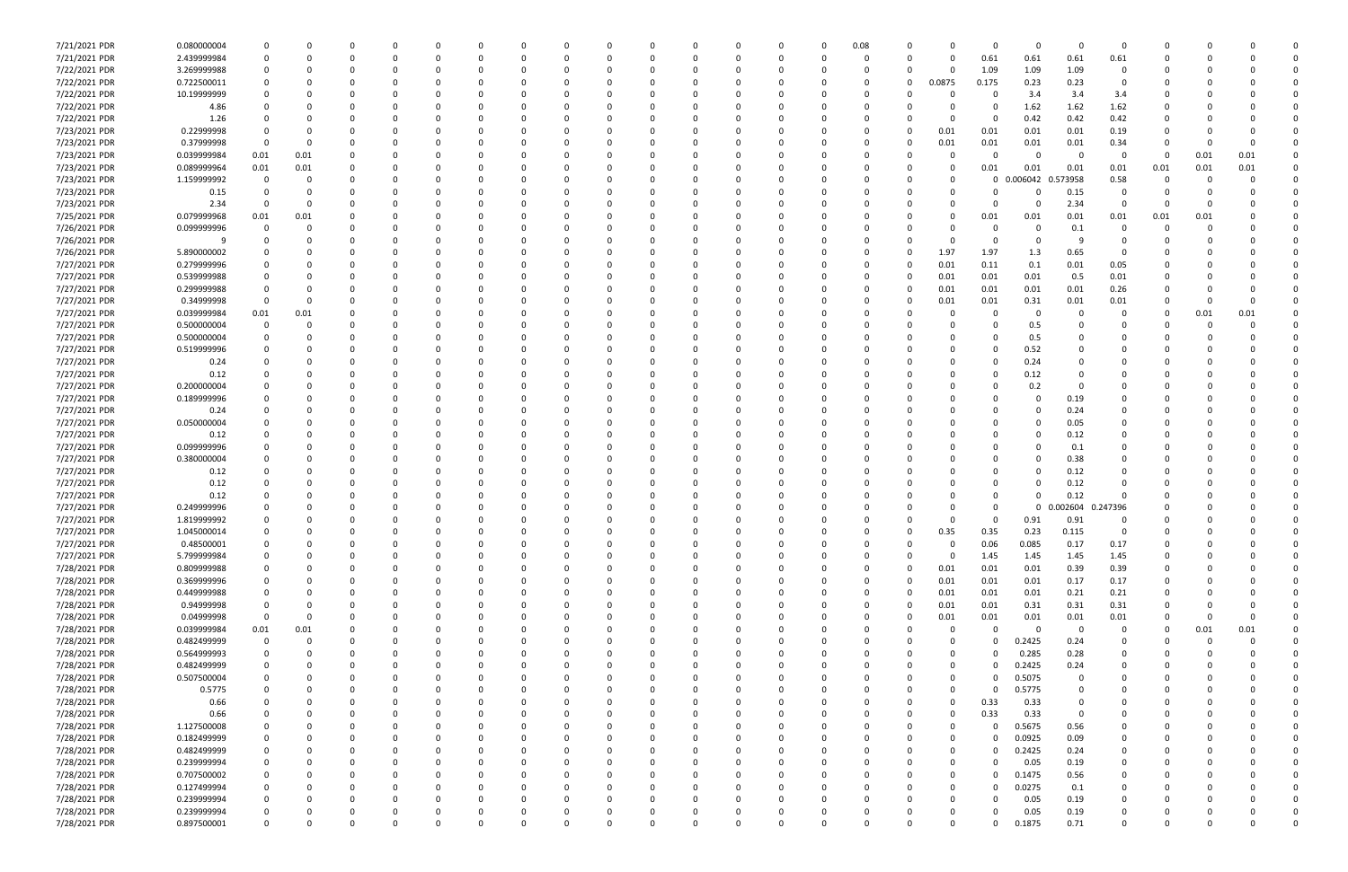| | | | | | | | | | | | | | | | | | | | | | | | | | | |
|---|---|---|---|---|---|---|---|---|---|---|---|---|---|---|---|---|---|---|---|---|---|---|---|---|---|---|
| 7/21/2021 PDR | 0.080000004 | 0 | 0 | 0 | 0 | 0 | 0 | 0 | 0 | 0 | 0 | 0 | 0 | 0 | 0 | 0.08 | 0 | 0 | 0 | 0 | 0 | 0 | 0 | 0 | 0 | 0 |
| 7/21/2021 PDR | 2.439999984 | 0 | 0 | 0 | 0 | 0 | 0 | 0 | 0 | 0 | 0 | 0 | 0 | 0 | 0 | 0 | 0 | 0 | 0.61 | 0.61 | 0.61 | 0.61 | 0 | 0 | 0 | 0 |
| 7/22/2021 PDR | 3.269999988 | 0 | 0 | 0 | 0 | 0 | 0 | 0 | 0 | 0 | 0 | 0 | 0 | 0 | 0 | 0 | 0 | 0 | 1.09 | 1.09 | 1.09 | 0 | 0 | 0 | 0 | 0 |
| 7/22/2021 PDR | 0.722500011 | 0 | 0 | 0 | 0 | 0 | 0 | 0 | 0 | 0 | 0 | 0 | 0 | 0 | 0 | 0 | 0 | 0.0875 | 0.175 | 0.23 | 0.23 | 0 | 0 | 0 | 0 | 0 |
| 7/22/2021 PDR | 10.19999999 | 0 | 0 | 0 | 0 | 0 | 0 | 0 | 0 | 0 | 0 | 0 | 0 | 0 | 0 | 0 | 0 | 0 | 0 | 3.4 | 3.4 | 3.4 | 0 | 0 | 0 | 0 |
| 7/22/2021 PDR | 4.86 | 0 | 0 | 0 | 0 | 0 | 0 | 0 | 0 | 0 | 0 | 0 | 0 | 0 | 0 | 0 | 0 | 0 | 0 | 1.62 | 1.62 | 1.62 | 0 | 0 | 0 | 0 |
| 7/22/2021 PDR | 1.26 | 0 | 0 | 0 | 0 | 0 | 0 | 0 | 0 | 0 | 0 | 0 | 0 | 0 | 0 | 0 | 0 | 0 | 0 | 0.42 | 0.42 | 0.42 | 0 | 0 | 0 | 0 |
| 7/23/2021 PDR | 0.22999998 | 0 | 0 | 0 | 0 | 0 | 0 | 0 | 0 | 0 | 0 | 0 | 0 | 0 | 0 | 0 | 0 | 0.01 | 0.01 | 0.01 | 0.01 | 0.19 | 0 | 0 | 0 | 0 |
| 7/23/2021 PDR | 0.37999998 | 0 | 0 | 0 | 0 | 0 | 0 | 0 | 0 | 0 | 0 | 0 | 0 | 0 | 0 | 0 | 0 | 0.01 | 0.01 | 0.01 | 0.01 | 0.34 | 0 | 0 | 0 | 0 |
| 7/23/2021 PDR | 0.039999984 | 0.01 | 0.01 | 0 | 0 | 0 | 0 | 0 | 0 | 0 | 0 | 0 | 0 | 0 | 0 | 0 | 0 | 0 | 0 | 0 | 0 | 0 | 0 | 0.01 | 0.01 | 0 |
| 7/23/2021 PDR | 0.089999964 | 0.01 | 0.01 | 0 | 0 | 0 | 0 | 0 | 0 | 0 | 0 | 0 | 0 | 0 | 0 | 0 | 0 | 0 | 0.01 | 0.01 | 0.01 | 0.01 | 0.01 | 0.01 | 0.01 | 0 |
| 7/23/2021 PDR | 1.159999992 | 0 | 0 | 0 | 0 | 0 | 0 | 0 | 0 | 0 | 0 | 0 | 0 | 0 | 0 | 0 | 0 | 0 | 0 | 0.006042 | 0.573958 | 0.58 | 0 | 0 | 0 | 0 |
| 7/23/2021 PDR | 0.15 | 0 | 0 | 0 | 0 | 0 | 0 | 0 | 0 | 0 | 0 | 0 | 0 | 0 | 0 | 0 | 0 | 0 | 0 | 0 | 0.15 | 0 | 0 | 0 | 0 | 0 |
| 7/23/2021 PDR | 2.34 | 0 | 0 | 0 | 0 | 0 | 0 | 0 | 0 | 0 | 0 | 0 | 0 | 0 | 0 | 0 | 0 | 0 | 0 | 0 | 2.34 | 0 | 0 | 0 | 0 | 0 |
| 7/25/2021 PDR | 0.079999968 | 0.01 | 0.01 | 0 | 0 | 0 | 0 | 0 | 0 | 0 | 0 | 0 | 0 | 0 | 0 | 0 | 0 | 0 | 0.01 | 0.01 | 0.01 | 0.01 | 0.01 | 0.01 | 0 | 0 |
| 7/26/2021 PDR | 0.099999996 | 0 | 0 | 0 | 0 | 0 | 0 | 0 | 0 | 0 | 0 | 0 | 0 | 0 | 0 | 0 | 0 | 0 | 0 | 0 | 0.1 | 0 | 0 | 0 | 0 | 0 |
| 7/26/2021 PDR | 9 | 0 | 0 | 0 | 0 | 0 | 0 | 0 | 0 | 0 | 0 | 0 | 0 | 0 | 0 | 0 | 0 | 0 | 0 | 0 | 9 | 0 | 0 | 0 | 0 | 0 |
| 7/26/2021 PDR | 5.890000002 | 0 | 0 | 0 | 0 | 0 | 0 | 0 | 0 | 0 | 0 | 0 | 0 | 0 | 0 | 0 | 0 | 1.97 | 1.97 | 1.3 | 0.65 | 0 | 0 | 0 | 0 | 0 |
| 7/27/2021 PDR | 0.279999996 | 0 | 0 | 0 | 0 | 0 | 0 | 0 | 0 | 0 | 0 | 0 | 0 | 0 | 0 | 0 | 0 | 0.01 | 0.11 | 0.1 | 0.01 | 0.05 | 0 | 0 | 0 | 0 |
| 7/27/2021 PDR | 0.539999988 | 0 | 0 | 0 | 0 | 0 | 0 | 0 | 0 | 0 | 0 | 0 | 0 | 0 | 0 | 0 | 0 | 0.01 | 0.01 | 0.01 | 0.5 | 0.01 | 0 | 0 | 0 | 0 |
| 7/27/2021 PDR | 0.299999988 | 0 | 0 | 0 | 0 | 0 | 0 | 0 | 0 | 0 | 0 | 0 | 0 | 0 | 0 | 0 | 0 | 0.01 | 0.01 | 0.01 | 0.01 | 0.26 | 0 | 0 | 0 | 0 |
| 7/27/2021 PDR | 0.34999998 | 0 | 0 | 0 | 0 | 0 | 0 | 0 | 0 | 0 | 0 | 0 | 0 | 0 | 0 | 0 | 0 | 0.01 | 0.01 | 0.31 | 0.01 | 0.01 | 0 | 0 | 0 | 0 |
| 7/27/2021 PDR | 0.039999984 | 0.01 | 0.01 | 0 | 0 | 0 | 0 | 0 | 0 | 0 | 0 | 0 | 0 | 0 | 0 | 0 | 0 | 0 | 0 | 0 | 0 | 0 | 0 | 0.01 | 0.01 | 0 |
| 7/27/2021 PDR | 0.500000004 | 0 | 0 | 0 | 0 | 0 | 0 | 0 | 0 | 0 | 0 | 0 | 0 | 0 | 0 | 0 | 0 | 0 | 0 | 0.5 | 0 | 0 | 0 | 0 | 0 | 0 |
| 7/27/2021 PDR | 0.500000004 | 0 | 0 | 0 | 0 | 0 | 0 | 0 | 0 | 0 | 0 | 0 | 0 | 0 | 0 | 0 | 0 | 0 | 0 | 0.5 | 0 | 0 | 0 | 0 | 0 | 0 |
| 7/27/2021 PDR | 0.519999996 | 0 | 0 | 0 | 0 | 0 | 0 | 0 | 0 | 0 | 0 | 0 | 0 | 0 | 0 | 0 | 0 | 0 | 0 | 0.52 | 0 | 0 | 0 | 0 | 0 | 0 |
| 7/27/2021 PDR | 0.24 | 0 | 0 | 0 | 0 | 0 | 0 | 0 | 0 | 0 | 0 | 0 | 0 | 0 | 0 | 0 | 0 | 0 | 0 | 0.24 | 0 | 0 | 0 | 0 | 0 | 0 |
| 7/27/2021 PDR | 0.12 | 0 | 0 | 0 | 0 | 0 | 0 | 0 | 0 | 0 | 0 | 0 | 0 | 0 | 0 | 0 | 0 | 0 | 0 | 0.12 | 0 | 0 | 0 | 0 | 0 | 0 |
| 7/27/2021 PDR | 0.200000004 | 0 | 0 | 0 | 0 | 0 | 0 | 0 | 0 | 0 | 0 | 0 | 0 | 0 | 0 | 0 | 0 | 0 | 0 | 0.2 | 0 | 0 | 0 | 0 | 0 | 0 |
| 7/27/2021 PDR | 0.189999996 | 0 | 0 | 0 | 0 | 0 | 0 | 0 | 0 | 0 | 0 | 0 | 0 | 0 | 0 | 0 | 0 | 0 | 0 | 0 | 0.19 | 0 | 0 | 0 | 0 | 0 |
| 7/27/2021 PDR | 0.24 | 0 | 0 | 0 | 0 | 0 | 0 | 0 | 0 | 0 | 0 | 0 | 0 | 0 | 0 | 0 | 0 | 0 | 0 | 0 | 0.24 | 0 | 0 | 0 | 0 | 0 |
| 7/27/2021 PDR | 0.050000004 | 0 | 0 | 0 | 0 | 0 | 0 | 0 | 0 | 0 | 0 | 0 | 0 | 0 | 0 | 0 | 0 | 0 | 0 | 0 | 0.05 | 0 | 0 | 0 | 0 | 0 |
| 7/27/2021 PDR | 0.12 | 0 | 0 | 0 | 0 | 0 | 0 | 0 | 0 | 0 | 0 | 0 | 0 | 0 | 0 | 0 | 0 | 0 | 0 | 0 | 0.12 | 0 | 0 | 0 | 0 | 0 |
| 7/27/2021 PDR | 0.099999996 | 0 | 0 | 0 | 0 | 0 | 0 | 0 | 0 | 0 | 0 | 0 | 0 | 0 | 0 | 0 | 0 | 0 | 0 | 0 | 0.1 | 0 | 0 | 0 | 0 | 0 |
| 7/27/2021 PDR | 0.380000004 | 0 | 0 | 0 | 0 | 0 | 0 | 0 | 0 | 0 | 0 | 0 | 0 | 0 | 0 | 0 | 0 | 0 | 0 | 0 | 0.38 | 0 | 0 | 0 | 0 | 0 |
| 7/27/2021 PDR | 0.12 | 0 | 0 | 0 | 0 | 0 | 0 | 0 | 0 | 0 | 0 | 0 | 0 | 0 | 0 | 0 | 0 | 0 | 0 | 0 | 0.12 | 0 | 0 | 0 | 0 | 0 |
| 7/27/2021 PDR | 0.12 | 0 | 0 | 0 | 0 | 0 | 0 | 0 | 0 | 0 | 0 | 0 | 0 | 0 | 0 | 0 | 0 | 0 | 0 | 0 | 0.12 | 0 | 0 | 0 | 0 | 0 |
| 7/27/2021 PDR | 0.12 | 0 | 0 | 0 | 0 | 0 | 0 | 0 | 0 | 0 | 0 | 0 | 0 | 0 | 0 | 0 | 0 | 0 | 0 | 0 | 0.12 | 0 | 0 | 0 | 0 | 0 |
| 7/27/2021 PDR | 0.249999996 | 0 | 0 | 0 | 0 | 0 | 0 | 0 | 0 | 0 | 0 | 0 | 0 | 0 | 0 | 0 | 0 | 0 | 0 | 0 | 0.002604 | 0.247396 | 0 | 0 | 0 | 0 |
| 7/27/2021 PDR | 1.819999992 | 0 | 0 | 0 | 0 | 0 | 0 | 0 | 0 | 0 | 0 | 0 | 0 | 0 | 0 | 0 | 0 | 0 | 0 | 0.91 | 0.91 | 0 | 0 | 0 | 0 | 0 |
| 7/27/2021 PDR | 1.045000014 | 0 | 0 | 0 | 0 | 0 | 0 | 0 | 0 | 0 | 0 | 0 | 0 | 0 | 0 | 0 | 0 | 0.35 | 0.35 | 0.23 | 0.115 | 0 | 0 | 0 | 0 | 0 |
| 7/27/2021 PDR | 0.48500001 | 0 | 0 | 0 | 0 | 0 | 0 | 0 | 0 | 0 | 0 | 0 | 0 | 0 | 0 | 0 | 0 | 0 | 0.06 | 0.085 | 0.17 | 0.17 | 0 | 0 | 0 | 0 |
| 7/27/2021 PDR | 5.799999984 | 0 | 0 | 0 | 0 | 0 | 0 | 0 | 0 | 0 | 0 | 0 | 0 | 0 | 0 | 0 | 0 | 0 | 1.45 | 1.45 | 1.45 | 1.45 | 0 | 0 | 0 | 0 |
| 7/28/2021 PDR | 0.809999988 | 0 | 0 | 0 | 0 | 0 | 0 | 0 | 0 | 0 | 0 | 0 | 0 | 0 | 0 | 0 | 0 | 0.01 | 0.01 | 0.01 | 0.39 | 0.39 | 0 | 0 | 0 | 0 |
| 7/28/2021 PDR | 0.369999996 | 0 | 0 | 0 | 0 | 0 | 0 | 0 | 0 | 0 | 0 | 0 | 0 | 0 | 0 | 0 | 0 | 0.01 | 0.01 | 0.01 | 0.17 | 0.17 | 0 | 0 | 0 | 0 |
| 7/28/2021 PDR | 0.449999988 | 0 | 0 | 0 | 0 | 0 | 0 | 0 | 0 | 0 | 0 | 0 | 0 | 0 | 0 | 0 | 0 | 0.01 | 0.01 | 0.01 | 0.21 | 0.21 | 0 | 0 | 0 | 0 |
| 7/28/2021 PDR | 0.94999998 | 0 | 0 | 0 | 0 | 0 | 0 | 0 | 0 | 0 | 0 | 0 | 0 | 0 | 0 | 0 | 0 | 0.01 | 0.01 | 0.31 | 0.31 | 0.31 | 0 | 0 | 0 | 0 |
| 7/28/2021 PDR | 0.04999998 | 0 | 0 | 0 | 0 | 0 | 0 | 0 | 0 | 0 | 0 | 0 | 0 | 0 | 0 | 0 | 0 | 0.01 | 0.01 | 0.01 | 0.01 | 0.01 | 0 | 0 | 0 | 0 |
| 7/28/2021 PDR | 0.039999984 | 0.01 | 0.01 | 0 | 0 | 0 | 0 | 0 | 0 | 0 | 0 | 0 | 0 | 0 | 0 | 0 | 0 | 0 | 0 | 0 | 0 | 0 | 0 | 0.01 | 0.01 | 0 |
| 7/28/2021 PDR | 0.482499999 | 0 | 0 | 0 | 0 | 0 | 0 | 0 | 0 | 0 | 0 | 0 | 0 | 0 | 0 | 0 | 0 | 0 | 0 | 0.2425 | 0.24 | 0 | 0 | 0 | 0 | 0 |
| 7/28/2021 PDR | 0.564999993 | 0 | 0 | 0 | 0 | 0 | 0 | 0 | 0 | 0 | 0 | 0 | 0 | 0 | 0 | 0 | 0 | 0 | 0 | 0.285 | 0.28 | 0 | 0 | 0 | 0 | 0 |
| 7/28/2021 PDR | 0.482499999 | 0 | 0 | 0 | 0 | 0 | 0 | 0 | 0 | 0 | 0 | 0 | 0 | 0 | 0 | 0 | 0 | 0 | 0 | 0.2425 | 0.24 | 0 | 0 | 0 | 0 | 0 |
| 7/28/2021 PDR | 0.507500004 | 0 | 0 | 0 | 0 | 0 | 0 | 0 | 0 | 0 | 0 | 0 | 0 | 0 | 0 | 0 | 0 | 0 | 0 | 0.5075 | 0 | 0 | 0 | 0 | 0 | 0 |
| 7/28/2021 PDR | 0.5775 | 0 | 0 | 0 | 0 | 0 | 0 | 0 | 0 | 0 | 0 | 0 | 0 | 0 | 0 | 0 | 0 | 0 | 0 | 0.5775 | 0 | 0 | 0 | 0 | 0 | 0 |
| 7/28/2021 PDR | 0.66 | 0 | 0 | 0 | 0 | 0 | 0 | 0 | 0 | 0 | 0 | 0 | 0 | 0 | 0 | 0 | 0 | 0 | 0.33 | 0.33 | 0 | 0 | 0 | 0 | 0 | 0 |
| 7/28/2021 PDR | 0.66 | 0 | 0 | 0 | 0 | 0 | 0 | 0 | 0 | 0 | 0 | 0 | 0 | 0 | 0 | 0 | 0 | 0 | 0.33 | 0.33 | 0 | 0 | 0 | 0 | 0 | 0 |
| 7/28/2021 PDR | 1.127500008 | 0 | 0 | 0 | 0 | 0 | 0 | 0 | 0 | 0 | 0 | 0 | 0 | 0 | 0 | 0 | 0 | 0 | 0 | 0.5675 | 0.56 | 0 | 0 | 0 | 0 | 0 |
| 7/28/2021 PDR | 0.182499999 | 0 | 0 | 0 | 0 | 0 | 0 | 0 | 0 | 0 | 0 | 0 | 0 | 0 | 0 | 0 | 0 | 0 | 0 | 0.0925 | 0.09 | 0 | 0 | 0 | 0 | 0 |
| 7/28/2021 PDR | 0.482499999 | 0 | 0 | 0 | 0 | 0 | 0 | 0 | 0 | 0 | 0 | 0 | 0 | 0 | 0 | 0 | 0 | 0 | 0 | 0.2425 | 0.24 | 0 | 0 | 0 | 0 | 0 |
| 7/28/2021 PDR | 0.239999994 | 0 | 0 | 0 | 0 | 0 | 0 | 0 | 0 | 0 | 0 | 0 | 0 | 0 | 0 | 0 | 0 | 0 | 0 | 0.05 | 0.19 | 0 | 0 | 0 | 0 | 0 |
| 7/28/2021 PDR | 0.707500002 | 0 | 0 | 0 | 0 | 0 | 0 | 0 | 0 | 0 | 0 | 0 | 0 | 0 | 0 | 0 | 0 | 0 | 0 | 0.1475 | 0.56 | 0 | 0 | 0 | 0 | 0 |
| 7/28/2021 PDR | 0.127499994 | 0 | 0 | 0 | 0 | 0 | 0 | 0 | 0 | 0 | 0 | 0 | 0 | 0 | 0 | 0 | 0 | 0 | 0 | 0.0275 | 0.1 | 0 | 0 | 0 | 0 | 0 |
| 7/28/2021 PDR | 0.239999994 | 0 | 0 | 0 | 0 | 0 | 0 | 0 | 0 | 0 | 0 | 0 | 0 | 0 | 0 | 0 | 0 | 0 | 0 | 0.05 | 0.19 | 0 | 0 | 0 | 0 | 0 |
| 7/28/2021 PDR | 0.239999994 | 0 | 0 | 0 | 0 | 0 | 0 | 0 | 0 | 0 | 0 | 0 | 0 | 0 | 0 | 0 | 0 | 0 | 0 | 0.05 | 0.19 | 0 | 0 | 0 | 0 | 0 |
| 7/28/2021 PDR | 0.897500001 | 0 | 0 | 0 | 0 | 0 | 0 | 0 | 0 | 0 | 0 | 0 | 0 | 0 | 0 | 0 | 0 | 0 | 0 | 0.1875 | 0.71 | 0 | 0 | 0 | 0 | 0 |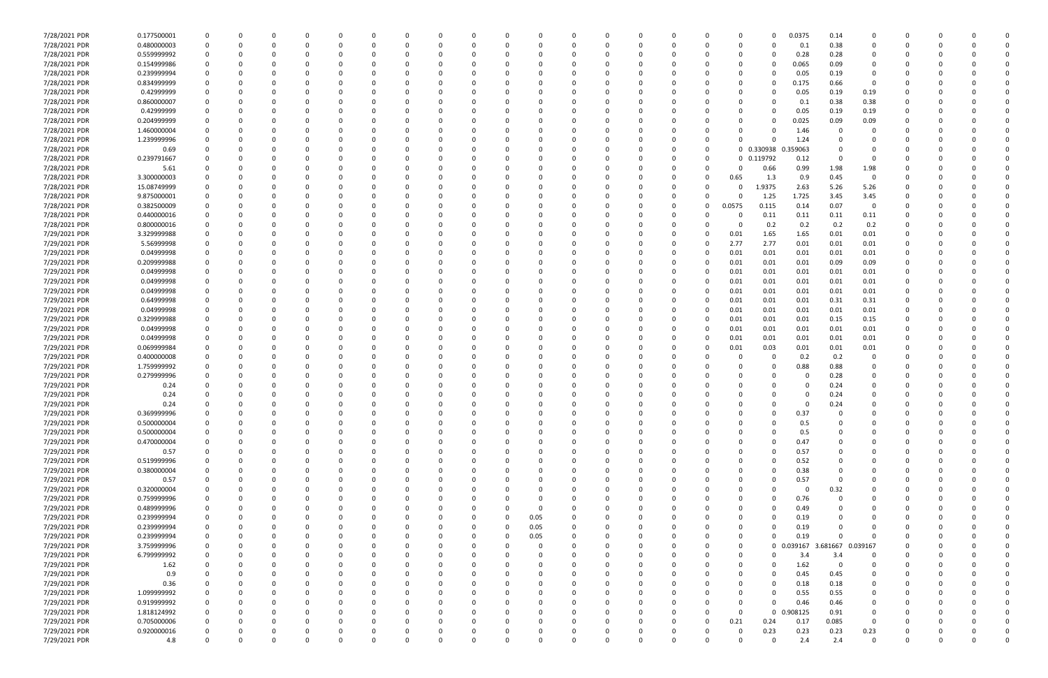| | | | | | | | | | | | | | | | | | | | | | | | | | | | | | | |
|---|---|---|---|---|---|---|---|---|---|---|---|---|---|---|---|---|---|---|---|---|---|---|---|---|---|---|---|---|---|---|
| 7/28/2021 | PDR | 0.177500001 | 0 | 0 | 0 | 0 | 0 | 0 | 0 | 0 | 0 | 0 | 0 | 0 | 0 | 0 | 0 | 0 | 0 | 0 | 0 | 0 | 0.0375 | 0.14 | 0 | 0 | 0 | 0 | 0 | 0 |
| 7/28/2021 | PDR | 0.480000003 | 0 | 0 | 0 | 0 | 0 | 0 | 0 | 0 | 0 | 0 | 0 | 0 | 0 | 0 | 0 | 0 | 0 | 0 | 0 | 0 | 0.1 | 0.38 | 0 | 0 | 0 | 0 | 0 | 0 |
| 7/28/2021 | PDR | 0.559999992 | 0 | 0 | 0 | 0 | 0 | 0 | 0 | 0 | 0 | 0 | 0 | 0 | 0 | 0 | 0 | 0 | 0 | 0 | 0 | 0 | 0.28 | 0.28 | 0 | 0 | 0 | 0 | 0 | 0 |
| 7/28/2021 | PDR | 0.154999986 | 0 | 0 | 0 | 0 | 0 | 0 | 0 | 0 | 0 | 0 | 0 | 0 | 0 | 0 | 0 | 0 | 0 | 0 | 0 | 0 | 0.065 | 0.09 | 0 | 0 | 0 | 0 | 0 | 0 |
| 7/28/2021 | PDR | 0.239999994 | 0 | 0 | 0 | 0 | 0 | 0 | 0 | 0 | 0 | 0 | 0 | 0 | 0 | 0 | 0 | 0 | 0 | 0 | 0 | 0 | 0.05 | 0.19 | 0 | 0 | 0 | 0 | 0 | 0 |
| 7/28/2021 | PDR | 0.834999999 | 0 | 0 | 0 | 0 | 0 | 0 | 0 | 0 | 0 | 0 | 0 | 0 | 0 | 0 | 0 | 0 | 0 | 0 | 0 | 0 | 0.175 | 0.66 | 0 | 0 | 0 | 0 | 0 | 0 |
| 7/28/2021 | PDR | 0.42999999 | 0 | 0 | 0 | 0 | 0 | 0 | 0 | 0 | 0 | 0 | 0 | 0 | 0 | 0 | 0 | 0 | 0 | 0 | 0 | 0 | 0.05 | 0.19 | 0.19 | 0 | 0 | 0 | 0 | 0 |
| 7/28/2021 | PDR | 0.860000007 | 0 | 0 | 0 | 0 | 0 | 0 | 0 | 0 | 0 | 0 | 0 | 0 | 0 | 0 | 0 | 0 | 0 | 0 | 0 | 0 | 0.1 | 0.38 | 0.38 | 0 | 0 | 0 | 0 | 0 |
| 7/28/2021 | PDR | 0.42999999 | 0 | 0 | 0 | 0 | 0 | 0 | 0 | 0 | 0 | 0 | 0 | 0 | 0 | 0 | 0 | 0 | 0 | 0 | 0 | 0 | 0.05 | 0.19 | 0.19 | 0 | 0 | 0 | 0 | 0 |
| 7/28/2021 | PDR | 0.204999999 | 0 | 0 | 0 | 0 | 0 | 0 | 0 | 0 | 0 | 0 | 0 | 0 | 0 | 0 | 0 | 0 | 0 | 0 | 0 | 0 | 0.025 | 0.09 | 0.09 | 0 | 0 | 0 | 0 | 0 |
| 7/28/2021 | PDR | 1.460000004 | 0 | 0 | 0 | 0 | 0 | 0 | 0 | 0 | 0 | 0 | 0 | 0 | 0 | 0 | 0 | 0 | 0 | 0 | 0 | 0 | 1.46 | 0 | 0 | 0 | 0 | 0 | 0 | 0 |
| 7/28/2021 | PDR | 1.239999996 | 0 | 0 | 0 | 0 | 0 | 0 | 0 | 0 | 0 | 0 | 0 | 0 | 0 | 0 | 0 | 0 | 0 | 0 | 0 | 0 | 1.24 | 0 | 0 | 0 | 0 | 0 | 0 | 0 |
| 7/28/2021 | PDR | 0.69 | 0 | 0 | 0 | 0 | 0 | 0 | 0 | 0 | 0 | 0 | 0 | 0 | 0 | 0 | 0 | 0 | 0 | 0 | 0 | 0.330938 | 0.359063 | 0 | 0 | 0 | 0 | 0 | 0 | 0 |
| 7/28/2021 | PDR | 0.239791667 | 0 | 0 | 0 | 0 | 0 | 0 | 0 | 0 | 0 | 0 | 0 | 0 | 0 | 0 | 0 | 0 | 0 | 0 | 0 | 0.119792 | 0.12 | 0 | 0 | 0 | 0 | 0 | 0 | 0 |
| 7/28/2021 | PDR | 5.61 | 0 | 0 | 0 | 0 | 0 | 0 | 0 | 0 | 0 | 0 | 0 | 0 | 0 | 0 | 0 | 0 | 0 | 0 | 0 | 0.66 | 0.99 | 1.98 | 1.98 | 0 | 0 | 0 | 0 | 0 |
| 7/28/2021 | PDR | 3.300000003 | 0 | 0 | 0 | 0 | 0 | 0 | 0 | 0 | 0 | 0 | 0 | 0 | 0 | 0 | 0 | 0 | 0 | 0 | 0.65 | 1.3 | 0.9 | 0.45 | 0 | 0 | 0 | 0 | 0 | 0 |
| 7/28/2021 | PDR | 15.08749999 | 0 | 0 | 0 | 0 | 0 | 0 | 0 | 0 | 0 | 0 | 0 | 0 | 0 | 0 | 0 | 0 | 0 | 0 | 0 | 1.9375 | 2.63 | 5.26 | 5.26 | 0 | 0 | 0 | 0 | 0 |
| 7/28/2021 | PDR | 9.875000001 | 0 | 0 | 0 | 0 | 0 | 0 | 0 | 0 | 0 | 0 | 0 | 0 | 0 | 0 | 0 | 0 | 0 | 0 | 0 | 1.25 | 1.725 | 3.45 | 3.45 | 0 | 0 | 0 | 0 | 0 |
| 7/28/2021 | PDR | 0.382500009 | 0 | 0 | 0 | 0 | 0 | 0 | 0 | 0 | 0 | 0 | 0 | 0 | 0 | 0 | 0 | 0 | 0 | 0 | 0.0575 | 0.115 | 0.14 | 0.07 | 0 | 0 | 0 | 0 | 0 | 0 |
| 7/28/2021 | PDR | 0.440000016 | 0 | 0 | 0 | 0 | 0 | 0 | 0 | 0 | 0 | 0 | 0 | 0 | 0 | 0 | 0 | 0 | 0 | 0 | 0 | 0.11 | 0.11 | 0.11 | 0.11 | 0 | 0 | 0 | 0 | 0 |
| 7/28/2021 | PDR | 0.800000016 | 0 | 0 | 0 | 0 | 0 | 0 | 0 | 0 | 0 | 0 | 0 | 0 | 0 | 0 | 0 | 0 | 0 | 0 | 0 | 0.2 | 0.2 | 0.2 | 0.2 | 0 | 0 | 0 | 0 | 0 |
| 7/29/2021 | PDR | 3.329999988 | 0 | 0 | 0 | 0 | 0 | 0 | 0 | 0 | 0 | 0 | 0 | 0 | 0 | 0 | 0 | 0 | 0 | 0 | 0.01 | 1.65 | 1.65 | 0.01 | 0.01 | 0 | 0 | 0 | 0 | 0 |
| 7/29/2021 | PDR | 5.56999998 | 0 | 0 | 0 | 0 | 0 | 0 | 0 | 0 | 0 | 0 | 0 | 0 | 0 | 0 | 0 | 0 | 0 | 0 | 2.77 | 2.77 | 0.01 | 0.01 | 0.01 | 0 | 0 | 0 | 0 | 0 |
| 7/29/2021 | PDR | 0.04999998 | 0 | 0 | 0 | 0 | 0 | 0 | 0 | 0 | 0 | 0 | 0 | 0 | 0 | 0 | 0 | 0 | 0 | 0 | 0.01 | 0.01 | 0.01 | 0.01 | 0.01 | 0 | 0 | 0 | 0 | 0 |
| 7/29/2021 | PDR | 0.209999988 | 0 | 0 | 0 | 0 | 0 | 0 | 0 | 0 | 0 | 0 | 0 | 0 | 0 | 0 | 0 | 0 | 0 | 0 | 0.01 | 0.01 | 0.01 | 0.09 | 0.09 | 0 | 0 | 0 | 0 | 0 |
| 7/29/2021 | PDR | 0.04999998 | 0 | 0 | 0 | 0 | 0 | 0 | 0 | 0 | 0 | 0 | 0 | 0 | 0 | 0 | 0 | 0 | 0 | 0 | 0.01 | 0.01 | 0.01 | 0.01 | 0.01 | 0 | 0 | 0 | 0 | 0 |
| 7/29/2021 | PDR | 0.04999998 | 0 | 0 | 0 | 0 | 0 | 0 | 0 | 0 | 0 | 0 | 0 | 0 | 0 | 0 | 0 | 0 | 0 | 0 | 0.01 | 0.01 | 0.01 | 0.01 | 0.01 | 0 | 0 | 0 | 0 | 0 |
| 7/29/2021 | PDR | 0.04999998 | 0 | 0 | 0 | 0 | 0 | 0 | 0 | 0 | 0 | 0 | 0 | 0 | 0 | 0 | 0 | 0 | 0 | 0 | 0.01 | 0.01 | 0.01 | 0.01 | 0.01 | 0 | 0 | 0 | 0 | 0 |
| 7/29/2021 | PDR | 0.64999998 | 0 | 0 | 0 | 0 | 0 | 0 | 0 | 0 | 0 | 0 | 0 | 0 | 0 | 0 | 0 | 0 | 0 | 0 | 0.01 | 0.01 | 0.01 | 0.31 | 0.31 | 0 | 0 | 0 | 0 | 0 |
| 7/29/2021 | PDR | 0.04999998 | 0 | 0 | 0 | 0 | 0 | 0 | 0 | 0 | 0 | 0 | 0 | 0 | 0 | 0 | 0 | 0 | 0 | 0 | 0.01 | 0.01 | 0.01 | 0.01 | 0.01 | 0 | 0 | 0 | 0 | 0 |
| 7/29/2021 | PDR | 0.329999988 | 0 | 0 | 0 | 0 | 0 | 0 | 0 | 0 | 0 | 0 | 0 | 0 | 0 | 0 | 0 | 0 | 0 | 0 | 0.01 | 0.01 | 0.01 | 0.15 | 0.15 | 0 | 0 | 0 | 0 | 0 |
| 7/29/2021 | PDR | 0.04999998 | 0 | 0 | 0 | 0 | 0 | 0 | 0 | 0 | 0 | 0 | 0 | 0 | 0 | 0 | 0 | 0 | 0 | 0 | 0.01 | 0.01 | 0.01 | 0.01 | 0.01 | 0 | 0 | 0 | 0 | 0 |
| 7/29/2021 | PDR | 0.04999998 | 0 | 0 | 0 | 0 | 0 | 0 | 0 | 0 | 0 | 0 | 0 | 0 | 0 | 0 | 0 | 0 | 0 | 0 | 0.01 | 0.01 | 0.01 | 0.01 | 0.01 | 0 | 0 | 0 | 0 | 0 |
| 7/29/2021 | PDR | 0.069999984 | 0 | 0 | 0 | 0 | 0 | 0 | 0 | 0 | 0 | 0 | 0 | 0 | 0 | 0 | 0 | 0 | 0 | 0 | 0.01 | 0.03 | 0.01 | 0.01 | 0.01 | 0 | 0 | 0 | 0 | 0 |
| 7/29/2021 | PDR | 0.400000008 | 0 | 0 | 0 | 0 | 0 | 0 | 0 | 0 | 0 | 0 | 0 | 0 | 0 | 0 | 0 | 0 | 0 | 0 | 0 | 0 | 0.2 | 0.2 | 0 | 0 | 0 | 0 | 0 | 0 |
| 7/29/2021 | PDR | 1.759999992 | 0 | 0 | 0 | 0 | 0 | 0 | 0 | 0 | 0 | 0 | 0 | 0 | 0 | 0 | 0 | 0 | 0 | 0 | 0 | 0 | 0.88 | 0.88 | 0 | 0 | 0 | 0 | 0 | 0 |
| 7/29/2021 | PDR | 0.279999996 | 0 | 0 | 0 | 0 | 0 | 0 | 0 | 0 | 0 | 0 | 0 | 0 | 0 | 0 | 0 | 0 | 0 | 0 | 0 | 0 | 0 | 0.28 | 0 | 0 | 0 | 0 | 0 | 0 |
| 7/29/2021 | PDR | 0.24 | 0 | 0 | 0 | 0 | 0 | 0 | 0 | 0 | 0 | 0 | 0 | 0 | 0 | 0 | 0 | 0 | 0 | 0 | 0 | 0 | 0 | 0.24 | 0 | 0 | 0 | 0 | 0 | 0 |
| 7/29/2021 | PDR | 0.24 | 0 | 0 | 0 | 0 | 0 | 0 | 0 | 0 | 0 | 0 | 0 | 0 | 0 | 0 | 0 | 0 | 0 | 0 | 0 | 0 | 0 | 0.24 | 0 | 0 | 0 | 0 | 0 | 0 |
| 7/29/2021 | PDR | 0.24 | 0 | 0 | 0 | 0 | 0 | 0 | 0 | 0 | 0 | 0 | 0 | 0 | 0 | 0 | 0 | 0 | 0 | 0 | 0 | 0 | 0 | 0.24 | 0 | 0 | 0 | 0 | 0 | 0 |
| 7/29/2021 | PDR | 0.369999996 | 0 | 0 | 0 | 0 | 0 | 0 | 0 | 0 | 0 | 0 | 0 | 0 | 0 | 0 | 0 | 0 | 0 | 0 | 0 | 0 | 0.37 | 0 | 0 | 0 | 0 | 0 | 0 | 0 |
| 7/29/2021 | PDR | 0.500000004 | 0 | 0 | 0 | 0 | 0 | 0 | 0 | 0 | 0 | 0 | 0 | 0 | 0 | 0 | 0 | 0 | 0 | 0 | 0 | 0 | 0.5 | 0 | 0 | 0 | 0 | 0 | 0 | 0 |
| 7/29/2021 | PDR | 0.500000004 | 0 | 0 | 0 | 0 | 0 | 0 | 0 | 0 | 0 | 0 | 0 | 0 | 0 | 0 | 0 | 0 | 0 | 0 | 0 | 0 | 0.5 | 0 | 0 | 0 | 0 | 0 | 0 | 0 |
| 7/29/2021 | PDR | 0.470000004 | 0 | 0 | 0 | 0 | 0 | 0 | 0 | 0 | 0 | 0 | 0 | 0 | 0 | 0 | 0 | 0 | 0 | 0 | 0 | 0 | 0.47 | 0 | 0 | 0 | 0 | 0 | 0 | 0 |
| 7/29/2021 | PDR | 0.57 | 0 | 0 | 0 | 0 | 0 | 0 | 0 | 0 | 0 | 0 | 0 | 0 | 0 | 0 | 0 | 0 | 0 | 0 | 0 | 0 | 0.57 | 0 | 0 | 0 | 0 | 0 | 0 | 0 |
| 7/29/2021 | PDR | 0.519999996 | 0 | 0 | 0 | 0 | 0 | 0 | 0 | 0 | 0 | 0 | 0 | 0 | 0 | 0 | 0 | 0 | 0 | 0 | 0 | 0 | 0.52 | 0 | 0 | 0 | 0 | 0 | 0 | 0 |
| 7/29/2021 | PDR | 0.380000004 | 0 | 0 | 0 | 0 | 0 | 0 | 0 | 0 | 0 | 0 | 0 | 0 | 0 | 0 | 0 | 0 | 0 | 0 | 0 | 0 | 0.38 | 0 | 0 | 0 | 0 | 0 | 0 | 0 |
| 7/29/2021 | PDR | 0.57 | 0 | 0 | 0 | 0 | 0 | 0 | 0 | 0 | 0 | 0 | 0 | 0 | 0 | 0 | 0 | 0 | 0 | 0 | 0 | 0 | 0.57 | 0 | 0 | 0 | 0 | 0 | 0 | 0 |
| 7/29/2021 | PDR | 0.320000004 | 0 | 0 | 0 | 0 | 0 | 0 | 0 | 0 | 0 | 0 | 0 | 0 | 0 | 0 | 0 | 0 | 0 | 0 | 0 | 0 | 0 | 0.32 | 0 | 0 | 0 | 0 | 0 | 0 |
| 7/29/2021 | PDR | 0.759999996 | 0 | 0 | 0 | 0 | 0 | 0 | 0 | 0 | 0 | 0 | 0 | 0 | 0 | 0 | 0 | 0 | 0 | 0 | 0 | 0 | 0.76 | 0 | 0 | 0 | 0 | 0 | 0 | 0 |
| 7/29/2021 | PDR | 0.489999996 | 0 | 0 | 0 | 0 | 0 | 0 | 0 | 0 | 0 | 0 | 0 | 0 | 0 | 0 | 0 | 0 | 0 | 0 | 0 | 0 | 0.49 | 0 | 0 | 0 | 0 | 0 | 0 | 0 |
| 7/29/2021 | PDR | 0.239999994 | 0 | 0 | 0 | 0 | 0 | 0 | 0 | 0 | 0 | 0 | 0 | 0.05 | 0 | 0 | 0 | 0 | 0 | 0 | 0 | 0 | 0.19 | 0 | 0 | 0 | 0 | 0 | 0 | 0 |
| 7/29/2021 | PDR | 0.239999994 | 0 | 0 | 0 | 0 | 0 | 0 | 0 | 0 | 0 | 0 | 0 | 0.05 | 0 | 0 | 0 | 0 | 0 | 0 | 0 | 0 | 0.19 | 0 | 0 | 0 | 0 | 0 | 0 | 0 |
| 7/29/2021 | PDR | 0.239999994 | 0 | 0 | 0 | 0 | 0 | 0 | 0 | 0 | 0 | 0 | 0 | 0.05 | 0 | 0 | 0 | 0 | 0 | 0 | 0 | 0 | 0.19 | 0 | 0 | 0 | 0 | 0 | 0 | 0 |
| 7/29/2021 | PDR | 3.759999996 | 0 | 0 | 0 | 0 | 0 | 0 | 0 | 0 | 0 | 0 | 0 | 0 | 0 | 0 | 0 | 0 | 0 | 0 | 0 | 0 | 0.039167 | 3.681667 | 0.039167 | 0 | 0 | 0 | 0 | 0 |
| 7/29/2021 | PDR | 6.799999992 | 0 | 0 | 0 | 0 | 0 | 0 | 0 | 0 | 0 | 0 | 0 | 0 | 0 | 0 | 0 | 0 | 0 | 0 | 0 | 0 | 3.4 | 3.4 | 0 | 0 | 0 | 0 | 0 | 0 |
| 7/29/2021 | PDR | 1.62 | 0 | 0 | 0 | 0 | 0 | 0 | 0 | 0 | 0 | 0 | 0 | 0 | 0 | 0 | 0 | 0 | 0 | 0 | 0 | 0 | 1.62 | 0 | 0 | 0 | 0 | 0 | 0 | 0 |
| 7/29/2021 | PDR | 0.9 | 0 | 0 | 0 | 0 | 0 | 0 | 0 | 0 | 0 | 0 | 0 | 0 | 0 | 0 | 0 | 0 | 0 | 0 | 0 | 0 | 0.45 | 0.45 | 0 | 0 | 0 | 0 | 0 | 0 |
| 7/29/2021 | PDR | 0.36 | 0 | 0 | 0 | 0 | 0 | 0 | 0 | 0 | 0 | 0 | 0 | 0 | 0 | 0 | 0 | 0 | 0 | 0 | 0 | 0 | 0.18 | 0.18 | 0 | 0 | 0 | 0 | 0 | 0 |
| 7/29/2021 | PDR | 1.099999992 | 0 | 0 | 0 | 0 | 0 | 0 | 0 | 0 | 0 | 0 | 0 | 0 | 0 | 0 | 0 | 0 | 0 | 0 | 0 | 0 | 0.55 | 0.55 | 0 | 0 | 0 | 0 | 0 | 0 |
| 7/29/2021 | PDR | 0.919999992 | 0 | 0 | 0 | 0 | 0 | 0 | 0 | 0 | 0 | 0 | 0 | 0 | 0 | 0 | 0 | 0 | 0 | 0 | 0 | 0 | 0.46 | 0.46 | 0 | 0 | 0 | 0 | 0 | 0 |
| 7/29/2021 | PDR | 1.818124992 | 0 | 0 | 0 | 0 | 0 | 0 | 0 | 0 | 0 | 0 | 0 | 0 | 0 | 0 | 0 | 0 | 0 | 0 | 0 | 0 | 0.908125 | 0.91 | 0 | 0 | 0 | 0 | 0 | 0 |
| 7/29/2021 | PDR | 0.705000006 | 0 | 0 | 0 | 0 | 0 | 0 | 0 | 0 | 0 | 0 | 0 | 0 | 0 | 0 | 0 | 0 | 0 | 0 | 0.21 | 0.24 | 0.17 | 0.085 | 0 | 0 | 0 | 0 | 0 | 0 |
| 7/29/2021 | PDR | 0.920000016 | 0 | 0 | 0 | 0 | 0 | 0 | 0 | 0 | 0 | 0 | 0 | 0 | 0 | 0 | 0 | 0 | 0 | 0 | 0 | 0.23 | 0.23 | 0.23 | 0.23 | 0 | 0 | 0 | 0 | 0 |
| 7/29/2021 | PDR | 4.8 | 0 | 0 | 0 | 0 | 0 | 0 | 0 | 0 | 0 | 0 | 0 | 0 | 0 | 0 | 0 | 0 | 0 | 0 | 0 | 0 | 2.4 | 2.4 | 0 | 0 | 0 | 0 | 0 | 0 |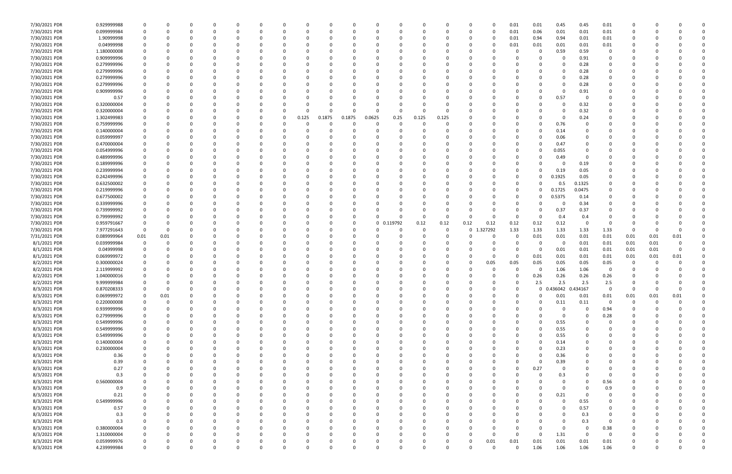| | | | | | | | | | | | | | | | | | | | | | | | | | | |
|---|---|---|---|---|---|---|---|---|---|---|---|---|---|---|---|---|---|---|---|---|---|---|---|---|---|---|
| 7/30/2021 PDR | 0.929999988 | 0 | 0 | 0 | 0 | 0 | 0 | 0 | 0 | 0 | 0 | 0 | 0 | 0 | 0 | 0 | 0 | 0.01 | 0.01 | 0.45 | 0.45 | 0.01 | 0 | 0 | 0 | 0 |
| 7/30/2021 PDR | 0.099999984 | 0 | 0 | 0 | 0 | 0 | 0 | 0 | 0 | 0 | 0 | 0 | 0 | 0 | 0 | 0 | 0 | 0.01 | 0.06 | 0.01 | 0.01 | 0.01 | 0 | 0 | 0 | 0 |
| 7/30/2021 PDR | 1.90999998 | 0 | 0 | 0 | 0 | 0 | 0 | 0 | 0 | 0 | 0 | 0 | 0 | 0 | 0 | 0 | 0 | 0.01 | 0.94 | 0.94 | 0.01 | 0.01 | 0 | 0 | 0 | 0 |
| 7/30/2021 PDR | 0.04999998 | 0 | 0 | 0 | 0 | 0 | 0 | 0 | 0 | 0 | 0 | 0 | 0 | 0 | 0 | 0 | 0 | 0.01 | 0.01 | 0.01 | 0.01 | 0.01 | 0 | 0 | 0 | 0 |
| 7/30/2021 PDR | 1.180000008 | 0 | 0 | 0 | 0 | 0 | 0 | 0 | 0 | 0 | 0 | 0 | 0 | 0 | 0 | 0 | 0 | 0 | 0 | 0.59 | 0.59 | 0 | 0 | 0 | 0 | 0 |
| 7/30/2021 PDR | 0.909999996 | 0 | 0 | 0 | 0 | 0 | 0 | 0 | 0 | 0 | 0 | 0 | 0 | 0 | 0 | 0 | 0 | 0 | 0 | 0 | 0.91 | 0 | 0 | 0 | 0 | 0 |
| 7/30/2021 PDR | 0.279999996 | 0 | 0 | 0 | 0 | 0 | 0 | 0 | 0 | 0 | 0 | 0 | 0 | 0 | 0 | 0 | 0 | 0 | 0 | 0 | 0.28 | 0 | 0 | 0 | 0 | 0 |
| 7/30/2021 PDR | 0.279999996 | 0 | 0 | 0 | 0 | 0 | 0 | 0 | 0 | 0 | 0 | 0 | 0 | 0 | 0 | 0 | 0 | 0 | 0 | 0 | 0.28 | 0 | 0 | 0 | 0 | 0 |
| 7/30/2021 PDR | 0.279999996 | 0 | 0 | 0 | 0 | 0 | 0 | 0 | 0 | 0 | 0 | 0 | 0 | 0 | 0 | 0 | 0 | 0 | 0 | 0 | 0.28 | 0 | 0 | 0 | 0 | 0 |
| 7/30/2021 PDR | 0.279999996 | 0 | 0 | 0 | 0 | 0 | 0 | 0 | 0 | 0 | 0 | 0 | 0 | 0 | 0 | 0 | 0 | 0 | 0 | 0 | 0.28 | 0 | 0 | 0 | 0 | 0 |
| 7/30/2021 PDR | 0.909999996 | 0 | 0 | 0 | 0 | 0 | 0 | 0 | 0 | 0 | 0 | 0 | 0 | 0 | 0 | 0 | 0 | 0 | 0 | 0 | 0.91 | 0 | 0 | 0 | 0 | 0 |
| 7/30/2021 PDR | 0.57 | 0 | 0 | 0 | 0 | 0 | 0 | 0 | 0 | 0 | 0 | 0 | 0 | 0 | 0 | 0 | 0 | 0 | 0 | 0.57 | 0 | 0 | 0 | 0 | 0 | 0 |
| 7/30/2021 PDR | 0.320000004 | 0 | 0 | 0 | 0 | 0 | 0 | 0 | 0 | 0 | 0 | 0 | 0 | 0 | 0 | 0 | 0 | 0 | 0 | 0 | 0.32 | 0 | 0 | 0 | 0 | 0 |
| 7/30/2021 PDR | 0.320000004 | 0 | 0 | 0 | 0 | 0 | 0 | 0 | 0 | 0 | 0 | 0 | 0 | 0 | 0 | 0 | 0 | 0 | 0 | 0 | 0.32 | 0 | 0 | 0 | 0 | 0 |
| 7/30/2021 PDR | 1.302499983 | 0 | 0 | 0 | 0 | 0 | 0 | 0 | 0.125 | 0.1875 | 0.1875 | 0.0625 | 0.25 | 0.125 | 0.125 | 0 | 0 | 0 | 0 | 0 | 0.24 | 0 | 0 | 0 | 0 | 0 |
| 7/30/2021 PDR | 0.759999996 | 0 | 0 | 0 | 0 | 0 | 0 | 0 | 0 | 0 | 0 | 0 | 0 | 0 | 0 | 0 | 0 | 0 | 0 | 0.76 | 0 | 0 | 0 | 0 | 0 | 0 |
| 7/30/2021 PDR | 0.140000004 | 0 | 0 | 0 | 0 | 0 | 0 | 0 | 0 | 0 | 0 | 0 | 0 | 0 | 0 | 0 | 0 | 0 | 0 | 0.14 | 0 | 0 | 0 | 0 | 0 | 0 |
| 7/30/2021 PDR | 0.059999997 | 0 | 0 | 0 | 0 | 0 | 0 | 0 | 0 | 0 | 0 | 0 | 0 | 0 | 0 | 0 | 0 | 0 | 0 | 0.06 | 0 | 0 | 0 | 0 | 0 | 0 |
| 7/30/2021 PDR | 0.470000004 | 0 | 0 | 0 | 0 | 0 | 0 | 0 | 0 | 0 | 0 | 0 | 0 | 0 | 0 | 0 | 0 | 0 | 0 | 0.47 | 0 | 0 | 0 | 0 | 0 | 0 |
| 7/30/2021 PDR | 0.054999996 | 0 | 0 | 0 | 0 | 0 | 0 | 0 | 0 | 0 | 0 | 0 | 0 | 0 | 0 | 0 | 0 | 0 | 0 | 0.055 | 0 | 0 | 0 | 0 | 0 | 0 |
| 7/30/2021 PDR | 0.489999996 | 0 | 0 | 0 | 0 | 0 | 0 | 0 | 0 | 0 | 0 | 0 | 0 | 0 | 0 | 0 | 0 | 0 | 0 | 0.49 | 0 | 0 | 0 | 0 | 0 | 0 |
| 7/30/2021 PDR | 0.189999996 | 0 | 0 | 0 | 0 | 0 | 0 | 0 | 0 | 0 | 0 | 0 | 0 | 0 | 0 | 0 | 0 | 0 | 0 | 0 | 0.19 | 0 | 0 | 0 | 0 | 0 |
| 7/30/2021 PDR | 0.239999994 | 0 | 0 | 0 | 0 | 0 | 0 | 0 | 0 | 0 | 0 | 0 | 0 | 0 | 0 | 0 | 0 | 0 | 0 | 0.19 | 0.05 | 0 | 0 | 0 | 0 | 0 |
| 7/30/2021 PDR | 0.242499996 | 0 | 0 | 0 | 0 | 0 | 0 | 0 | 0 | 0 | 0 | 0 | 0 | 0 | 0 | 0 | 0 | 0 | 0 | 0.1925 | 0.05 | 0 | 0 | 0 | 0 | 0 |
| 7/30/2021 PDR | 0.632500002 | 0 | 0 | 0 | 0 | 0 | 0 | 0 | 0 | 0 | 0 | 0 | 0 | 0 | 0 | 0 | 0 | 0 | 0 | 0.5 | 0.1325 | 0 | 0 | 0 | 0 | 0 |
| 7/30/2021 PDR | 0.219999996 | 0 | 0 | 0 | 0 | 0 | 0 | 0 | 0 | 0 | 0 | 0 | 0 | 0 | 0 | 0 | 0 | 0 | 0 | 0.1725 | 0.0475 | 0 | 0 | 0 | 0 | 0 |
| 7/30/2021 PDR | 0.677500002 | 0 | 0 | 0 | 0 | 0 | 0 | 0 | 0 | 0 | 0 | 0 | 0 | 0 | 0 | 0 | 0 | 0 | 0 | 0.5375 | 0.14 | 0 | 0 | 0 | 0 | 0 |
| 7/30/2021 PDR | 0.339999996 | 0 | 0 | 0 | 0 | 0 | 0 | 0 | 0 | 0 | 0 | 0 | 0 | 0 | 0 | 0 | 0 | 0 | 0 | 0 | 0.34 | 0 | 0 | 0 | 0 | 0 |
| 7/30/2021 PDR | 0.739999992 | 0 | 0 | 0 | 0 | 0 | 0 | 0 | 0 | 0 | 0 | 0 | 0 | 0 | 0 | 0 | 0 | 0 | 0 | 0.37 | 0.37 | 0 | 0 | 0 | 0 | 0 |
| 7/30/2021 PDR | 0.799999992 | 0 | 0 | 0 | 0 | 0 | 0 | 0 | 0 | 0 | 0 | 0 | 0 | 0 | 0 | 0 | 0 | 0 | 0 | 0.4 | 0.4 | 0 | 0 | 0 | 0 | 0 |
| 7/30/2021 PDR | 0.959791667 | 0 | 0 | 0 | 0 | 0 | 0 | 0 | 0 | 0 | 0 | 0 | 0.119792 | 0.12 | 0.12 | 0.12 | 0.12 | 0.12 | 0.12 | 0.12 | 0 | 0 | 0 | 0 | 0 | 0 |
| 7/30/2021 PDR | 7.977291643 | 0 | 0 | 0 | 0 | 0 | 0 | 0 | 0 | 0 | 0 | 0 | 0 | 0 | 0 | 0 | 1.327292 | 1.33 | 1.33 | 1.33 | 1.33 | 1.33 | 0 | 0 | 0 | 0 |
| 7/31/2021 PDR | 0.089999964 | 0.01 | 0.01 | 0 | 0 | 0 | 0 | 0 | 0 | 0 | 0 | 0 | 0 | 0 | 0 | 0 | 0 | 0 | 0.01 | 0.01 | 0.01 | 0.01 | 0.01 | 0.01 | 0.01 | 0 |
| 8/1/2021 PDR | 0.039999984 | 0 | 0 | 0 | 0 | 0 | 0 | 0 | 0 | 0 | 0 | 0 | 0 | 0 | 0 | 0 | 0 | 0 | 0 | 0 | 0.01 | 0.01 | 0.01 | 0.01 | 0 | 0 |
| 8/1/2021 PDR | 0.04999998 | 0 | 0 | 0 | 0 | 0 | 0 | 0 | 0 | 0 | 0 | 0 | 0 | 0 | 0 | 0 | 0 | 0 | 0 | 0.01 | 0.01 | 0.01 | 0.01 | 0.01 | 0 | 0 |
| 8/1/2021 PDR | 0.069999972 | 0 | 0 | 0 | 0 | 0 | 0 | 0 | 0 | 0 | 0 | 0 | 0 | 0 | 0 | 0 | 0 | 0 | 0.01 | 0.01 | 0.01 | 0.01 | 0.01 | 0.01 | 0.01 | 0 |
| 8/2/2021 PDR | 0.300000024 | 0 | 0 | 0 | 0 | 0 | 0 | 0 | 0 | 0 | 0 | 0 | 0 | 0 | 0 | 0 | 0.05 | 0.05 | 0.05 | 0.05 | 0.05 | 0.05 | 0 | 0 | 0 | 0 |
| 8/2/2021 PDR | 2.119999992 | 0 | 0 | 0 | 0 | 0 | 0 | 0 | 0 | 0 | 0 | 0 | 0 | 0 | 0 | 0 | 0 | 0 | 0 | 1.06 | 1.06 | 0 | 0 | 0 | 0 | 0 |
| 8/2/2021 PDR | 1.040000016 | 0 | 0 | 0 | 0 | 0 | 0 | 0 | 0 | 0 | 0 | 0 | 0 | 0 | 0 | 0 | 0 | 0 | 0.26 | 0.26 | 0.26 | 0.26 | 0 | 0 | 0 | 0 |
| 8/2/2021 PDR | 9.999999984 | 0 | 0 | 0 | 0 | 0 | 0 | 0 | 0 | 0 | 0 | 0 | 0 | 0 | 0 | 0 | 0 | 0 | 2.5 | 2.5 | 2.5 | 2.5 | 0 | 0 | 0 | 0 |
| 8/3/2021 PDR | 0.870208333 | 0 | 0 | 0 | 0 | 0 | 0 | 0 | 0 | 0 | 0 | 0 | 0 | 0 | 0 | 0 | 0 | 0 | 0 | 0.436042 | 0.434167 | 0 | 0 | 0 | 0 | 0 |
| 8/3/2021 PDR | 0.069999972 | 0 | 0.01 | 0 | 0 | 0 | 0 | 0 | 0 | 0 | 0 | 0 | 0 | 0 | 0 | 0 | 0 | 0 | 0 | 0.01 | 0.01 | 0.01 | 0.01 | 0.01 | 0.01 | 0 |
| 8/3/2021 PDR | 0.220000008 | 0 | 0 | 0 | 0 | 0 | 0 | 0 | 0 | 0 | 0 | 0 | 0 | 0 | 0 | 0 | 0 | 0 | 0 | 0.11 | 0.11 | 0 | 0 | 0 | 0 | 0 |
| 8/3/2021 PDR | 0.939999996 | 0 | 0 | 0 | 0 | 0 | 0 | 0 | 0 | 0 | 0 | 0 | 0 | 0 | 0 | 0 | 0 | 0 | 0 | 0 | 0 | 0.94 | 0 | 0 | 0 | 0 |
| 8/3/2021 PDR | 0.279999996 | 0 | 0 | 0 | 0 | 0 | 0 | 0 | 0 | 0 | 0 | 0 | 0 | 0 | 0 | 0 | 0 | 0 | 0 | 0 | 0 | 0.28 | 0 | 0 | 0 | 0 |
| 8/3/2021 PDR | 0.549999996 | 0 | 0 | 0 | 0 | 0 | 0 | 0 | 0 | 0 | 0 | 0 | 0 | 0 | 0 | 0 | 0 | 0 | 0 | 0.55 | 0 | 0 | 0 | 0 | 0 | 0 |
| 8/3/2021 PDR | 0.549999996 | 0 | 0 | 0 | 0 | 0 | 0 | 0 | 0 | 0 | 0 | 0 | 0 | 0 | 0 | 0 | 0 | 0 | 0 | 0.55 | 0 | 0 | 0 | 0 | 0 | 0 |
| 8/3/2021 PDR | 0.549999996 | 0 | 0 | 0 | 0 | 0 | 0 | 0 | 0 | 0 | 0 | 0 | 0 | 0 | 0 | 0 | 0 | 0 | 0 | 0.55 | 0 | 0 | 0 | 0 | 0 | 0 |
| 8/3/2021 PDR | 0.140000004 | 0 | 0 | 0 | 0 | 0 | 0 | 0 | 0 | 0 | 0 | 0 | 0 | 0 | 0 | 0 | 0 | 0 | 0 | 0.14 | 0 | 0 | 0 | 0 | 0 | 0 |
| 8/3/2021 PDR | 0.230000004 | 0 | 0 | 0 | 0 | 0 | 0 | 0 | 0 | 0 | 0 | 0 | 0 | 0 | 0 | 0 | 0 | 0 | 0 | 0.23 | 0 | 0 | 0 | 0 | 0 | 0 |
| 8/3/2021 PDR | 0.36 | 0 | 0 | 0 | 0 | 0 | 0 | 0 | 0 | 0 | 0 | 0 | 0 | 0 | 0 | 0 | 0 | 0 | 0 | 0.36 | 0 | 0 | 0 | 0 | 0 | 0 |
| 8/3/2021 PDR | 0.39 | 0 | 0 | 0 | 0 | 0 | 0 | 0 | 0 | 0 | 0 | 0 | 0 | 0 | 0 | 0 | 0 | 0 | 0 | 0.39 | 0 | 0 | 0 | 0 | 0 | 0 |
| 8/3/2021 PDR | 0.27 | 0 | 0 | 0 | 0 | 0 | 0 | 0 | 0 | 0 | 0 | 0 | 0 | 0 | 0 | 0 | 0 | 0 | 0.27 | 0 | 0 | 0 | 0 | 0 | 0 | 0 |
| 8/3/2021 PDR | 0.3 | 0 | 0 | 0 | 0 | 0 | 0 | 0 | 0 | 0 | 0 | 0 | 0 | 0 | 0 | 0 | 0 | 0 | 0 | 0.3 | 0 | 0 | 0 | 0 | 0 | 0 |
| 8/3/2021 PDR | 0.560000004 | 0 | 0 | 0 | 0 | 0 | 0 | 0 | 0 | 0 | 0 | 0 | 0 | 0 | 0 | 0 | 0 | 0 | 0 | 0 | 0 | 0.56 | 0 | 0 | 0 | 0 |
| 8/3/2021 PDR | 0.9 | 0 | 0 | 0 | 0 | 0 | 0 | 0 | 0 | 0 | 0 | 0 | 0 | 0 | 0 | 0 | 0 | 0 | 0 | 0 | 0 | 0.9 | 0 | 0 | 0 | 0 |
| 8/3/2021 PDR | 0.21 | 0 | 0 | 0 | 0 | 0 | 0 | 0 | 0 | 0 | 0 | 0 | 0 | 0 | 0 | 0 | 0 | 0 | 0 | 0.21 | 0 | 0 | 0 | 0 | 0 | 0 |
| 8/3/2021 PDR | 0.549999996 | 0 | 0 | 0 | 0 | 0 | 0 | 0 | 0 | 0 | 0 | 0 | 0 | 0 | 0 | 0 | 0 | 0 | 0 | 0 | 0.55 | 0 | 0 | 0 | 0 | 0 |
| 8/3/2021 PDR | 0.57 | 0 | 0 | 0 | 0 | 0 | 0 | 0 | 0 | 0 | 0 | 0 | 0 | 0 | 0 | 0 | 0 | 0 | 0 | 0 | 0.57 | 0 | 0 | 0 | 0 | 0 |
| 8/3/2021 PDR | 0.3 | 0 | 0 | 0 | 0 | 0 | 0 | 0 | 0 | 0 | 0 | 0 | 0 | 0 | 0 | 0 | 0 | 0 | 0 | 0 | 0.3 | 0 | 0 | 0 | 0 | 0 |
| 8/3/2021 PDR | 0.3 | 0 | 0 | 0 | 0 | 0 | 0 | 0 | 0 | 0 | 0 | 0 | 0 | 0 | 0 | 0 | 0 | 0 | 0 | 0 | 0.3 | 0 | 0 | 0 | 0 | 0 |
| 8/3/2021 PDR | 0.380000004 | 0 | 0 | 0 | 0 | 0 | 0 | 0 | 0 | 0 | 0 | 0 | 0 | 0 | 0 | 0 | 0 | 0 | 0 | 0 | 0 | 0.38 | 0 | 0 | 0 | 0 |
| 8/3/2021 PDR | 1.310000004 | 0 | 0 | 0 | 0 | 0 | 0 | 0 | 0 | 0 | 0 | 0 | 0 | 0 | 0 | 0 | 0 | 0 | 0 | 1.31 | 0 | 0 | 0 | 0 | 0 | 0 |
| 8/3/2021 PDR | 0.059999976 | 0 | 0 | 0 | 0 | 0 | 0 | 0 | 0 | 0 | 0 | 0 | 0 | 0 | 0 | 0 | 0.01 | 0.01 | 0.01 | 0.01 | 0.01 | 0.01 | 0 | 0 | 0 | 0 |
| 8/3/2021 PDR | 4.239999984 | 0 | 0 | 0 | 0 | 0 | 0 | 0 | 0 | 0 | 0 | 0 | 0 | 0 | 0 | 0 | 0 | 0 | 1.06 | 1.06 | 1.06 | 1.06 | 0 | 0 | 0 | 0 |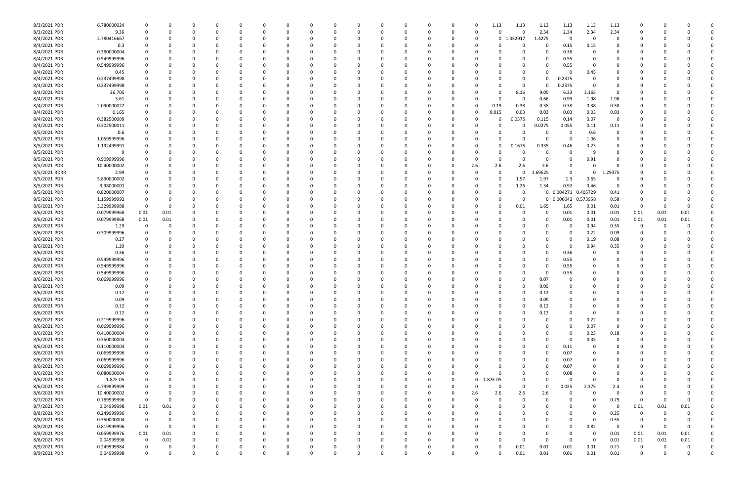| | | | | | | | | | | | | | | | | | | | | | | | | | | | | |
|---|---|---|---|---|---|---|---|---|---|---|---|---|---|---|---|---|---|---|---|---|---|---|---|---|---|---|---|---|
| 8/3/2021 | PDR | 6.780000024 | 0 | 0 | 0 | 0 | 0 | 0 | 0 | 0 | 0 | 0 | 0 | 0 | 0 | 0 | 0 | 0 | 1.13 | 1.13 | 1.13 | 1.13 | 1.13 | 1.13 | 0 | 0 | 0 | 0 |
| 8/3/2021 | PDR | 9.36 | 0 | 0 | 0 | 0 | 0 | 0 | 0 | 0 | 0 | 0 | 0 | 0 | 0 | 0 | 0 | 0 | 0 | 0 | 2.34 | 2.34 | 2.34 | 2.34 | 0 | 0 | 0 | 0 |
| 8/4/2021 | PDR | 2.780416667 | 0 | 0 | 0 | 0 | 0 | 0 | 0 | 0 | 0 | 0 | 0 | 0 | 0 | 0 | 0 | 0 | 0 | 1.352917 | 1.4275 | 0 | 0 | 0 | 0 | 0 | 0 | 0 |
| 8/4/2021 | PDR | 0.3 | 0 | 0 | 0 | 0 | 0 | 0 | 0 | 0 | 0 | 0 | 0 | 0 | 0 | 0 | 0 | 0 | 0 | 0 | 0 | 0.15 | 0.15 | 0 | 0 | 0 | 0 | 0 |
| 8/4/2021 | PDR | 0.380000004 | 0 | 0 | 0 | 0 | 0 | 0 | 0 | 0 | 0 | 0 | 0 | 0 | 0 | 0 | 0 | 0 | 0 | 0 | 0 | 0.38 | 0 | 0 | 0 | 0 | 0 | 0 |
| 8/4/2021 | PDR | 0.549999996 | 0 | 0 | 0 | 0 | 0 | 0 | 0 | 0 | 0 | 0 | 0 | 0 | 0 | 0 | 0 | 0 | 0 | 0 | 0 | 0.55 | 0 | 0 | 0 | 0 | 0 | 0 |
| 8/4/2021 | PDR | 0.549999996 | 0 | 0 | 0 | 0 | 0 | 0 | 0 | 0 | 0 | 0 | 0 | 0 | 0 | 0 | 0 | 0 | 0 | 0 | 0 | 0.55 | 0 | 0 | 0 | 0 | 0 | 0 |
| 8/4/2021 | PDR | 0.45 | 0 | 0 | 0 | 0 | 0 | 0 | 0 | 0 | 0 | 0 | 0 | 0 | 0 | 0 | 0 | 0 | 0 | 0 | 0 | 0 | 0.45 | 0 | 0 | 0 | 0 | 0 |
| 8/4/2021 | PDR | 0.237499998 | 0 | 0 | 0 | 0 | 0 | 0 | 0 | 0 | 0 | 0 | 0 | 0 | 0 | 0 | 0 | 0 | 0 | 0 | 0 | 0.2375 | 0 | 0 | 0 | 0 | 0 | 0 |
| 8/4/2021 | PDR | 0.237499998 | 0 | 0 | 0 | 0 | 0 | 0 | 0 | 0 | 0 | 0 | 0 | 0 | 0 | 0 | 0 | 0 | 0 | 0 | 0 | 0.2375 | 0 | 0 | 0 | 0 | 0 | 0 |
| 8/4/2021 | PDR | 26.705 | 0 | 0 | 0 | 0 | 0 | 0 | 0 | 0 | 0 | 0 | 0 | 0 | 0 | 0 | 0 | 0 | 0 | 8.16 | 9.05 | 6.33 | 3.165 | 0 | 0 | 0 | 0 | 0 |
| 8/4/2021 | PDR | 5.61 | 0 | 0 | 0 | 0 | 0 | 0 | 0 | 0 | 0 | 0 | 0 | 0 | 0 | 0 | 0 | 0 | 0 | 0 | 0.66 | 0.99 | 1.98 | 1.98 | 0 | 0 | 0 | 0 |
| 8/4/2021 | PDR | 2.090000022 | 0 | 0 | 0 | 0 | 0 | 0 | 0 | 0 | 0 | 0 | 0 | 0 | 0 | 0 | 0 | 0 | 0.19 | 0.38 | 0.38 | 0.38 | 0.38 | 0.38 | 0 | 0 | 0 | 0 |
| 8/4/2021 | PDR | 0.165 | 0 | 0 | 0 | 0 | 0 | 0 | 0 | 0 | 0 | 0 | 0 | 0 | 0 | 0 | 0 | 0 | 0.015 | 0.03 | 0.03 | 0.03 | 0.03 | 0.03 | 0 | 0 | 0 | 0 |
| 8/4/2021 | PDR | 0.382500009 | 0 | 0 | 0 | 0 | 0 | 0 | 0 | 0 | 0 | 0 | 0 | 0 | 0 | 0 | 0 | 0 | 0 | 0.0575 | 0.115 | 0.14 | 0.07 | 0 | 0 | 0 | 0 | 0 |
| 8/4/2021 | PDR | 0.302500011 | 0 | 0 | 0 | 0 | 0 | 0 | 0 | 0 | 0 | 0 | 0 | 0 | 0 | 0 | 0 | 0 | 0 | 0 | 0.0275 | 0.055 | 0.11 | 0.11 | 0 | 0 | 0 | 0 |
| 8/5/2021 | PDR | 0.6 | 0 | 0 | 0 | 0 | 0 | 0 | 0 | 0 | 0 | 0 | 0 | 0 | 0 | 0 | 0 | 0 | 0 | 0 | 0 | 0 | 0.6 | 0 | 0 | 0 | 0 | 0 |
| 8/5/2021 | PDR | 1.059999996 | 0 | 0 | 0 | 0 | 0 | 0 | 0 | 0 | 0 | 0 | 0 | 0 | 0 | 0 | 0 | 0 | 0 | 0 | 0 | 0 | 1.06 | 0 | 0 | 0 | 0 | 0 |
| 8/5/2021 | PDR | 1.192499991 | 0 | 0 | 0 | 0 | 0 | 0 | 0 | 0 | 0 | 0 | 0 | 0 | 0 | 0 | 0 | 0 | 0 | 0.1675 | 0.335 | 0.46 | 0.23 | 0 | 0 | 0 | 0 | 0 |
| 8/5/2021 | PDR | 9 | 0 | 0 | 0 | 0 | 0 | 0 | 0 | 0 | 0 | 0 | 0 | 0 | 0 | 0 | 0 | 0 | 0 | 0 | 0 | 0 | 9 | 0 | 0 | 0 | 0 | 0 |
| 8/5/2021 | PDR | 0.909999996 | 0 | 0 | 0 | 0 | 0 | 0 | 0 | 0 | 0 | 0 | 0 | 0 | 0 | 0 | 0 | 0 | 0 | 0 | 0 | 0 | 0.91 | 0 | 0 | 0 | 0 | 0 |
| 8/5/2021 | PDR | 10.40000002 | 0 | 0 | 0 | 0 | 0 | 0 | 0 | 0 | 0 | 0 | 0 | 0 | 0 | 0 | 0 | 2.6 | 2.6 | 2.6 | 2.6 | 0 | 0 | 0 | 0 | 0 | 0 | 0 |
| 8/5/2021 | RDRR | 2.99 | 0 | 0 | 0 | 0 | 0 | 0 | 0 | 0 | 0 | 0 | 0 | 0 | 0 | 0 | 0 | 0 | 0 | 0 | 1.69625 | 0 | 0 | 1.29375 | 0 | 0 | 0 | 0 |
| 8/5/2021 | PDR | 5.890000002 | 0 | 0 | 0 | 0 | 0 | 0 | 0 | 0 | 0 | 0 | 0 | 0 | 0 | 0 | 0 | 0 | 0 | 1.97 | 1.97 | 1.3 | 0.65 | 0 | 0 | 0 | 0 | 0 |
| 8/5/2021 | PDR | 3.98000001 | 0 | 0 | 0 | 0 | 0 | 0 | 0 | 0 | 0 | 0 | 0 | 0 | 0 | 0 | 0 | 0 | 0 | 1.26 | 1.34 | 0.92 | 0.46 | 0 | 0 | 0 | 0 | 0 |
| 8/5/2021 | PDR | 0.820000007 | 0 | 0 | 0 | 0 | 0 | 0 | 0 | 0 | 0 | 0 | 0 | 0 | 0 | 0 | 0 | 0 | 0 | 0 | 0 | 0.004271 | 0.405729 | 0.41 | 0 | 0 | 0 | 0 |
| 8/5/2021 | PDR | 1.159999992 | 0 | 0 | 0 | 0 | 0 | 0 | 0 | 0 | 0 | 0 | 0 | 0 | 0 | 0 | 0 | 0 | 0 | 0 | 0 | 0.006042 | 0.573958 | 0.58 | 0 | 0 | 0 | 0 |
| 8/6/2021 | PDR | 3.329999988 | 0 | 0 | 0 | 0 | 0 | 0 | 0 | 0 | 0 | 0 | 0 | 0 | 0 | 0 | 0 | 0 | 0 | 0.01 | 1.65 | 1.65 | 0.01 | 0.01 | 0 | 0 | 0 | 0 |
| 8/6/2021 | PDR | 0.079999968 | 0.01 | 0.01 | 0 | 0 | 0 | 0 | 0 | 0 | 0 | 0 | 0 | 0 | 0 | 0 | 0 | 0 | 0 | 0 | 0 | 0.01 | 0.01 | 0.01 | 0.01 | 0.01 | 0.01 | 0 |
| 8/6/2021 | PDR | 0.079999968 | 0.01 | 0.01 | 0 | 0 | 0 | 0 | 0 | 0 | 0 | 0 | 0 | 0 | 0 | 0 | 0 | 0 | 0 | 0 | 0 | 0.01 | 0.01 | 0.01 | 0.01 | 0.01 | 0.01 | 0 |
| 8/6/2021 | PDR | 1.29 | 0 | 0 | 0 | 0 | 0 | 0 | 0 | 0 | 0 | 0 | 0 | 0 | 0 | 0 | 0 | 0 | 0 | 0 | 0 | 0 | 0.94 | 0.35 | 0 | 0 | 0 | 0 |
| 8/6/2021 | PDR | 0.309999996 | 0 | 0 | 0 | 0 | 0 | 0 | 0 | 0 | 0 | 0 | 0 | 0 | 0 | 0 | 0 | 0 | 0 | 0 | 0 | 0 | 0.22 | 0.09 | 0 | 0 | 0 | 0 |
| 8/6/2021 | PDR | 0.27 | 0 | 0 | 0 | 0 | 0 | 0 | 0 | 0 | 0 | 0 | 0 | 0 | 0 | 0 | 0 | 0 | 0 | 0 | 0 | 0 | 0.19 | 0.08 | 0 | 0 | 0 | 0 |
| 8/6/2021 | PDR | 1.29 | 0 | 0 | 0 | 0 | 0 | 0 | 0 | 0 | 0 | 0 | 0 | 0 | 0 | 0 | 0 | 0 | 0 | 0 | 0 | 0 | 0.94 | 0.35 | 0 | 0 | 0 | 0 |
| 8/6/2021 | PDR | 0.36 | 0 | 0 | 0 | 0 | 0 | 0 | 0 | 0 | 0 | 0 | 0 | 0 | 0 | 0 | 0 | 0 | 0 | 0 | 0 | 0.36 | 0 | 0 | 0 | 0 | 0 | 0 |
| 8/6/2021 | PDR | 0.549999996 | 0 | 0 | 0 | 0 | 0 | 0 | 0 | 0 | 0 | 0 | 0 | 0 | 0 | 0 | 0 | 0 | 0 | 0 | 0 | 0.55 | 0 | 0 | 0 | 0 | 0 | 0 |
| 8/6/2021 | PDR | 0.549999996 | 0 | 0 | 0 | 0 | 0 | 0 | 0 | 0 | 0 | 0 | 0 | 0 | 0 | 0 | 0 | 0 | 0 | 0 | 0 | 0.55 | 0 | 0 | 0 | 0 | 0 | 0 |
| 8/6/2021 | PDR | 0.549999996 | 0 | 0 | 0 | 0 | 0 | 0 | 0 | 0 | 0 | 0 | 0 | 0 | 0 | 0 | 0 | 0 | 0 | 0 | 0 | 0.55 | 0 | 0 | 0 | 0 | 0 | 0 |
| 8/6/2021 | PDR | 0.069999996 | 0 | 0 | 0 | 0 | 0 | 0 | 0 | 0 | 0 | 0 | 0 | 0 | 0 | 0 | 0 | 0 | 0 | 0 | 0.07 | 0 | 0 | 0 | 0 | 0 | 0 | 0 |
| 8/6/2021 | PDR | 0.09 | 0 | 0 | 0 | 0 | 0 | 0 | 0 | 0 | 0 | 0 | 0 | 0 | 0 | 0 | 0 | 0 | 0 | 0 | 0.09 | 0 | 0 | 0 | 0 | 0 | 0 | 0 |
| 8/6/2021 | PDR | 0.12 | 0 | 0 | 0 | 0 | 0 | 0 | 0 | 0 | 0 | 0 | 0 | 0 | 0 | 0 | 0 | 0 | 0 | 0 | 0.12 | 0 | 0 | 0 | 0 | 0 | 0 | 0 |
| 8/6/2021 | PDR | 0.09 | 0 | 0 | 0 | 0 | 0 | 0 | 0 | 0 | 0 | 0 | 0 | 0 | 0 | 0 | 0 | 0 | 0 | 0 | 0.09 | 0 | 0 | 0 | 0 | 0 | 0 | 0 |
| 8/6/2021 | PDR | 0.12 | 0 | 0 | 0 | 0 | 0 | 0 | 0 | 0 | 0 | 0 | 0 | 0 | 0 | 0 | 0 | 0 | 0 | 0 | 0.12 | 0 | 0 | 0 | 0 | 0 | 0 | 0 |
| 8/6/2021 | PDR | 0.12 | 0 | 0 | 0 | 0 | 0 | 0 | 0 | 0 | 0 | 0 | 0 | 0 | 0 | 0 | 0 | 0 | 0 | 0 | 0.12 | 0 | 0 | 0 | 0 | 0 | 0 | 0 |
| 8/6/2021 | PDR | 0.219999996 | 0 | 0 | 0 | 0 | 0 | 0 | 0 | 0 | 0 | 0 | 0 | 0 | 0 | 0 | 0 | 0 | 0 | 0 | 0 | 0 | 0.22 | 0 | 0 | 0 | 0 | 0 |
| 8/6/2021 | PDR | 0.069999996 | 0 | 0 | 0 | 0 | 0 | 0 | 0 | 0 | 0 | 0 | 0 | 0 | 0 | 0 | 0 | 0 | 0 | 0 | 0 | 0 | 0.07 | 0 | 0 | 0 | 0 | 0 |
| 8/6/2021 | PDR | 0.410000004 | 0 | 0 | 0 | 0 | 0 | 0 | 0 | 0 | 0 | 0 | 0 | 0 | 0 | 0 | 0 | 0 | 0 | 0 | 0 | 0 | 0.23 | 0.18 | 0 | 0 | 0 | 0 |
| 8/6/2021 | PDR | 0.350000004 | 0 | 0 | 0 | 0 | 0 | 0 | 0 | 0 | 0 | 0 | 0 | 0 | 0 | 0 | 0 | 0 | 0 | 0 | 0 | 0 | 0.35 | 0 | 0 | 0 | 0 | 0 |
| 8/6/2021 | PDR | 0.110000004 | 0 | 0 | 0 | 0 | 0 | 0 | 0 | 0 | 0 | 0 | 0 | 0 | 0 | 0 | 0 | 0 | 0 | 0 | 0 | 0.11 | 0 | 0 | 0 | 0 | 0 | 0 |
| 8/6/2021 | PDR | 0.069999996 | 0 | 0 | 0 | 0 | 0 | 0 | 0 | 0 | 0 | 0 | 0 | 0 | 0 | 0 | 0 | 0 | 0 | 0 | 0 | 0.07 | 0 | 0 | 0 | 0 | 0 | 0 |
| 8/6/2021 | PDR | 0.069999996 | 0 | 0 | 0 | 0 | 0 | 0 | 0 | 0 | 0 | 0 | 0 | 0 | 0 | 0 | 0 | 0 | 0 | 0 | 0 | 0.07 | 0 | 0 | 0 | 0 | 0 | 0 |
| 8/6/2021 | PDR | 0.069999996 | 0 | 0 | 0 | 0 | 0 | 0 | 0 | 0 | 0 | 0 | 0 | 0 | 0 | 0 | 0 | 0 | 0 | 0 | 0 | 0.07 | 0 | 0 | 0 | 0 | 0 | 0 |
| 8/6/2021 | PDR | 0.080000004 | 0 | 0 | 0 | 0 | 0 | 0 | 0 | 0 | 0 | 0 | 0 | 0 | 0 | 0 | 0 | 0 | 0 | 0 | 0 | 0.08 | 0 | 0 | 0 | 0 | 0 | 0 |
| 8/6/2021 | PDR | 1.87E-05 | 0 | 0 | 0 | 0 | 0 | 0 | 0 | 0 | 0 | 0 | 0 | 0 | 0 | 0 | 0 | 0 | 1.87E-05 | 0 | 0 | 0 | 0 | 0 | 0 | 0 | 0 | 0 |
| 8/6/2021 | PDR | 4.799999999 | 0 | 0 | 0 | 0 | 0 | 0 | 0 | 0 | 0 | 0 | 0 | 0 | 0 | 0 | 0 | 0 | 0 | 0 | 0 | 0.025 | 2.375 | 2.4 | 0 | 0 | 0 | 0 |
| 8/6/2021 | PDR | 10.40000002 | 0 | 0 | 0 | 0 | 0 | 0 | 0 | 0 | 0 | 0 | 0 | 0 | 0 | 0 | 0 | 2.6 | 2.6 | 2.6 | 2.6 | 0 | 0 | 0 | 0 | 0 | 0 | 0 |
| 8/7/2021 | PDR | 0.789999996 | 0 | 0 | 0 | 0 | 0 | 0 | 0 | 0 | 0 | 0 | 0 | 0 | 0 | 0 | 0 | 0 | 0 | 0 | 0 | 0 | 0 | 0.79 | 0 | 0 | 0 | 0 |
| 8/7/2021 | PDR | 0.04999998 | 0.01 | 0.01 | 0 | 0 | 0 | 0 | 0 | 0 | 0 | 0 | 0 | 0 | 0 | 0 | 0 | 0 | 0 | 0 | 0 | 0 | 0 | 0 | 0.01 | 0.01 | 0.01 | 0 |
| 8/8/2021 | PDR | 0.249999996 | 0 | 0 | 0 | 0 | 0 | 0 | 0 | 0 | 0 | 0 | 0 | 0 | 0 | 0 | 0 | 0 | 0 | 0 | 0 | 0 | 0 | 0.25 | 0 | 0 | 0 | 0 |
| 8/8/2021 | PDR | 0.350000004 | 0 | 0 | 0 | 0 | 0 | 0 | 0 | 0 | 0 | 0 | 0 | 0 | 0 | 0 | 0 | 0 | 0 | 0 | 0 | 0 | 0 | 0.35 | 0 | 0 | 0 | 0 |
| 8/8/2021 | PDR | 0.819999996 | 0 | 0 | 0 | 0 | 0 | 0 | 0 | 0 | 0 | 0 | 0 | 0 | 0 | 0 | 0 | 0 | 0 | 0 | 0 | 0 | 0.82 | 0 | 0 | 0 | 0 | 0 |
| 8/8/2021 | PDR | 0.059999976 | 0.01 | 0.01 | 0 | 0 | 0 | 0 | 0 | 0 | 0 | 0 | 0 | 0 | 0 | 0 | 0 | 0 | 0 | 0 | 0 | 0 | 0 | 0.01 | 0.01 | 0.01 | 0.01 | 0 |
| 8/8/2021 | PDR | 0.04999998 | 0 | 0.01 | 0 | 0 | 0 | 0 | 0 | 0 | 0 | 0 | 0 | 0 | 0 | 0 | 0 | 0 | 0 | 0 | 0 | 0 | 0 | 0.01 | 0.01 | 0.01 | 0.01 | 0 |
| 8/9/2021 | PDR | 0.249999984 | 0 | 0 | 0 | 0 | 0 | 0 | 0 | 0 | 0 | 0 | 0 | 0 | 0 | 0 | 0 | 0 | 0 | 0.01 | 0.01 | 0.01 | 0.01 | 0.21 | 0 | 0 | 0 | 0 |
| 8/9/2021 | PDR | 0.04999998 | 0 | 0 | 0 | 0 | 0 | 0 | 0 | 0 | 0 | 0 | 0 | 0 | 0 | 0 | 0 | 0 | 0 | 0.01 | 0.01 | 0.01 | 0.01 | 0.01 | 0 | 0 | 0 | 0 |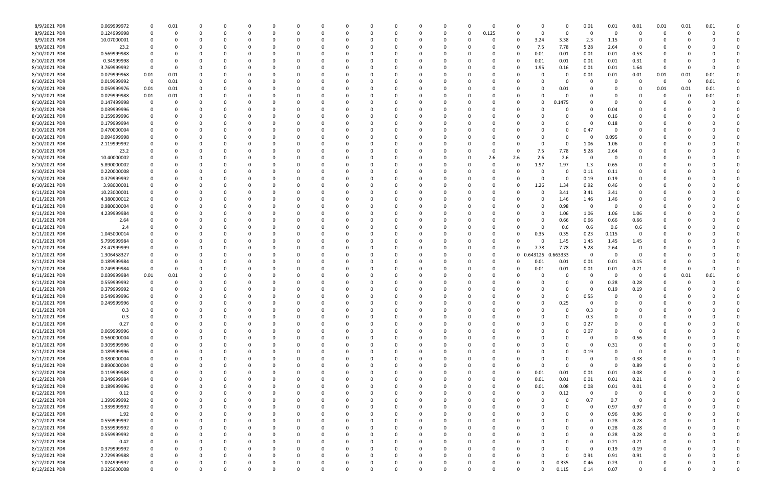| | | | | | | | | | | | | | | | | | | | | | | | | | | |
|---|---|---|---|---|---|---|---|---|---|---|---|---|---|---|---|---|---|---|---|---|---|---|---|---|---|---|
| 8/9/2021 PDR | 0.069999972 | 0 | 0.01 | 0 | 0 | 0 | 0 | 0 | 0 | 0 | 0 | 0 | 0 | 0 | 0 | 0 | 0 | 0 | 0 | 0.01 | 0.01 | 0.01 | 0.01 | 0.01 | 0.01 | 0 |
| 8/9/2021 PDR | 0.124999998 | 0 | 0 | 0 | 0 | 0 | 0 | 0 | 0 | 0 | 0 | 0 | 0 | 0 | 0 | 0.125 | 0 | 0 | 0 | 0 | 0 | 0 | 0 | 0 | 0 | 0 |
| 8/9/2021 PDR | 10.07000001 | 0 | 0 | 0 | 0 | 0 | 0 | 0 | 0 | 0 | 0 | 0 | 0 | 0 | 0 | 0 | 0 | 3.24 | 3.38 | 2.3 | 1.15 | 0 | 0 | 0 | 0 | 0 |
| 8/9/2021 PDR | 23.2 | 0 | 0 | 0 | 0 | 0 | 0 | 0 | 0 | 0 | 0 | 0 | 0 | 0 | 0 | 0 | 0 | 7.5 | 7.78 | 5.28 | 2.64 | 0 | 0 | 0 | 0 | 0 |
| 8/10/2021 PDR | 0.569999988 | 0 | 0 | 0 | 0 | 0 | 0 | 0 | 0 | 0 | 0 | 0 | 0 | 0 | 0 | 0 | 0 | 0.01 | 0.01 | 0.01 | 0.01 | 0.53 | 0 | 0 | 0 | 0 |
| 8/10/2021 PDR | 0.34999998 | 0 | 0 | 0 | 0 | 0 | 0 | 0 | 0 | 0 | 0 | 0 | 0 | 0 | 0 | 0 | 0 | 0.01 | 0.01 | 0.01 | 0.01 | 0.31 | 0 | 0 | 0 | 0 |
| 8/10/2021 PDR | 3.769999992 | 0 | 0 | 0 | 0 | 0 | 0 | 0 | 0 | 0 | 0 | 0 | 0 | 0 | 0 | 0 | 0 | 1.95 | 0.16 | 0.01 | 0.01 | 1.64 | 0 | 0 | 0 | 0 |
| 8/10/2021 PDR | 0.079999968 | 0.01 | 0.01 | 0 | 0 | 0 | 0 | 0 | 0 | 0 | 0 | 0 | 0 | 0 | 0 | 0 | 0 | 0 | 0 | 0.01 | 0.01 | 0.01 | 0.01 | 0.01 | 0.01 | 0 |
| 8/10/2021 PDR | 0.019999992 | 0 | 0.01 | 0 | 0 | 0 | 0 | 0 | 0 | 0 | 0 | 0 | 0 | 0 | 0 | 0 | 0 | 0 | 0 | 0 | 0 | 0 | 0 | 0 | 0.01 | 0 |
| 8/10/2021 PDR | 0.059999976 | 0.01 | 0.01 | 0 | 0 | 0 | 0 | 0 | 0 | 0 | 0 | 0 | 0 | 0 | 0 | 0 | 0 | 0 | 0.01 | 0 | 0 | 0 | 0.01 | 0.01 | 0.01 | 0 |
| 8/10/2021 PDR | 0.029999988 | 0.01 | 0.01 | 0 | 0 | 0 | 0 | 0 | 0 | 0 | 0 | 0 | 0 | 0 | 0 | 0 | 0 | 0 | 0 | 0 | 0 | 0 | 0 | 0 | 0.01 | 0 |
| 8/10/2021 PDR | 0.147499998 | 0 | 0 | 0 | 0 | 0 | 0 | 0 | 0 | 0 | 0 | 0 | 0 | 0 | 0 | 0 | 0 | 0 | 0.1475 | 0 | 0 | 0 | 0 | 0 | 0 | 0 |
| 8/10/2021 PDR | 0.039999996 | 0 | 0 | 0 | 0 | 0 | 0 | 0 | 0 | 0 | 0 | 0 | 0 | 0 | 0 | 0 | 0 | 0 | 0 | 0 | 0.04 | 0 | 0 | 0 | 0 | 0 |
| 8/10/2021 PDR | 0.159999996 | 0 | 0 | 0 | 0 | 0 | 0 | 0 | 0 | 0 | 0 | 0 | 0 | 0 | 0 | 0 | 0 | 0 | 0 | 0 | 0.16 | 0 | 0 | 0 | 0 | 0 |
| 8/10/2021 PDR | 0.179999994 | 0 | 0 | 0 | 0 | 0 | 0 | 0 | 0 | 0 | 0 | 0 | 0 | 0 | 0 | 0 | 0 | 0 | 0 | 0 | 0.18 | 0 | 0 | 0 | 0 | 0 |
| 8/10/2021 PDR | 0.470000004 | 0 | 0 | 0 | 0 | 0 | 0 | 0 | 0 | 0 | 0 | 0 | 0 | 0 | 0 | 0 | 0 | 0 | 0 | 0.47 | 0 | 0 | 0 | 0 | 0 | 0 |
| 8/10/2021 PDR | 0.094999998 | 0 | 0 | 0 | 0 | 0 | 0 | 0 | 0 | 0 | 0 | 0 | 0 | 0 | 0 | 0 | 0 | 0 | 0 | 0 | 0.095 | 0 | 0 | 0 | 0 | 0 |
| 8/10/2021 PDR | 2.119999992 | 0 | 0 | 0 | 0 | 0 | 0 | 0 | 0 | 0 | 0 | 0 | 0 | 0 | 0 | 0 | 0 | 0 | 0 | 1.06 | 1.06 | 0 | 0 | 0 | 0 | 0 |
| 8/10/2021 PDR | 23.2 | 0 | 0 | 0 | 0 | 0 | 0 | 0 | 0 | 0 | 0 | 0 | 0 | 0 | 0 | 0 | 0 | 7.5 | 7.78 | 5.28 | 2.64 | 0 | 0 | 0 | 0 | 0 |
| 8/10/2021 PDR | 10.40000002 | 0 | 0 | 0 | 0 | 0 | 0 | 0 | 0 | 0 | 0 | 0 | 0 | 0 | 0 | 2.6 | 2.6 | 2.6 | 2.6 | 0 | 0 | 0 | 0 | 0 | 0 | 0 |
| 8/10/2021 PDR | 5.890000002 | 0 | 0 | 0 | 0 | 0 | 0 | 0 | 0 | 0 | 0 | 0 | 0 | 0 | 0 | 0 | 0 | 1.97 | 1.97 | 1.3 | 0.65 | 0 | 0 | 0 | 0 | 0 |
| 8/10/2021 PDR | 0.220000008 | 0 | 0 | 0 | 0 | 0 | 0 | 0 | 0 | 0 | 0 | 0 | 0 | 0 | 0 | 0 | 0 | 0 | 0 | 0.11 | 0.11 | 0 | 0 | 0 | 0 | 0 |
| 8/10/2021 PDR | 0.379999992 | 0 | 0 | 0 | 0 | 0 | 0 | 0 | 0 | 0 | 0 | 0 | 0 | 0 | 0 | 0 | 0 | 0 | 0 | 0.19 | 0.19 | 0 | 0 | 0 | 0 | 0 |
| 8/10/2021 PDR | 3.98000001 | 0 | 0 | 0 | 0 | 0 | 0 | 0 | 0 | 0 | 0 | 0 | 0 | 0 | 0 | 0 | 0 | 1.26 | 1.34 | 0.92 | 0.46 | 0 | 0 | 0 | 0 | 0 |
| 8/11/2021 PDR | 10.23000001 | 0 | 0 | 0 | 0 | 0 | 0 | 0 | 0 | 0 | 0 | 0 | 0 | 0 | 0 | 0 | 0 | 0 | 3.41 | 3.41 | 3.41 | 0 | 0 | 0 | 0 | 0 |
| 8/11/2021 PDR | 4.380000012 | 0 | 0 | 0 | 0 | 0 | 0 | 0 | 0 | 0 | 0 | 0 | 0 | 0 | 0 | 0 | 0 | 0 | 1.46 | 1.46 | 1.46 | 0 | 0 | 0 | 0 | 0 |
| 8/11/2021 PDR | 0.980000004 | 0 | 0 | 0 | 0 | 0 | 0 | 0 | 0 | 0 | 0 | 0 | 0 | 0 | 0 | 0 | 0 | 0 | 0.98 | 0 | 0 | 0 | 0 | 0 | 0 | 0 |
| 8/11/2021 PDR | 4.239999984 | 0 | 0 | 0 | 0 | 0 | 0 | 0 | 0 | 0 | 0 | 0 | 0 | 0 | 0 | 0 | 0 | 0 | 1.06 | 1.06 | 1.06 | 1.06 | 0 | 0 | 0 | 0 |
| 8/11/2021 PDR | 2.64 | 0 | 0 | 0 | 0 | 0 | 0 | 0 | 0 | 0 | 0 | 0 | 0 | 0 | 0 | 0 | 0 | 0 | 0.66 | 0.66 | 0.66 | 0.66 | 0 | 0 | 0 | 0 |
| 8/11/2021 PDR | 2.4 | 0 | 0 | 0 | 0 | 0 | 0 | 0 | 0 | 0 | 0 | 0 | 0 | 0 | 0 | 0 | 0 | 0 | 0.6 | 0.6 | 0.6 | 0.6 | 0 | 0 | 0 | 0 |
| 8/11/2021 PDR | 1.045000014 | 0 | 0 | 0 | 0 | 0 | 0 | 0 | 0 | 0 | 0 | 0 | 0 | 0 | 0 | 0 | 0 | 0.35 | 0.35 | 0.23 | 0.115 | 0 | 0 | 0 | 0 | 0 |
| 8/11/2021 PDR | 5.799999984 | 0 | 0 | 0 | 0 | 0 | 0 | 0 | 0 | 0 | 0 | 0 | 0 | 0 | 0 | 0 | 0 | 0 | 1.45 | 1.45 | 1.45 | 1.45 | 0 | 0 | 0 | 0 |
| 8/11/2021 PDR | 23.47999999 | 0 | 0 | 0 | 0 | 0 | 0 | 0 | 0 | 0 | 0 | 0 | 0 | 0 | 0 | 0 | 0 | 7.78 | 7.78 | 5.28 | 2.64 | 0 | 0 | 0 | 0 | 0 |
| 8/11/2021 PDR | 1.306458327 | 0 | 0 | 0 | 0 | 0 | 0 | 0 | 0 | 0 | 0 | 0 | 0 | 0 | 0 | 0 | 0 | 0.643125 | 0.663333 | 0 | 0 | 0 | 0 | 0 | 0 | 0 |
| 8/11/2021 PDR | 0.189999984 | 0 | 0 | 0 | 0 | 0 | 0 | 0 | 0 | 0 | 0 | 0 | 0 | 0 | 0 | 0 | 0 | 0.01 | 0.01 | 0.01 | 0.01 | 0.15 | 0 | 0 | 0 | 0 |
| 8/11/2021 PDR | 0.249999984 | 0 | 0 | 0 | 0 | 0 | 0 | 0 | 0 | 0 | 0 | 0 | 0 | 0 | 0 | 0 | 0 | 0.01 | 0.01 | 0.01 | 0.01 | 0.21 | 0 | 0 | 0 | 0 |
| 8/11/2021 PDR | 0.039999984 | 0.01 | 0.01 | 0 | 0 | 0 | 0 | 0 | 0 | 0 | 0 | 0 | 0 | 0 | 0 | 0 | 0 | 0 | 0 | 0 | 0 | 0 | 0 | 0.01 | 0.01 | 0 |
| 8/11/2021 PDR | 0.559999992 | 0 | 0 | 0 | 0 | 0 | 0 | 0 | 0 | 0 | 0 | 0 | 0 | 0 | 0 | 0 | 0 | 0 | 0 | 0 | 0.28 | 0.28 | 0 | 0 | 0 | 0 |
| 8/11/2021 PDR | 0.379999992 | 0 | 0 | 0 | 0 | 0 | 0 | 0 | 0 | 0 | 0 | 0 | 0 | 0 | 0 | 0 | 0 | 0 | 0 | 0 | 0.19 | 0.19 | 0 | 0 | 0 | 0 |
| 8/11/2021 PDR | 0.549999996 | 0 | 0 | 0 | 0 | 0 | 0 | 0 | 0 | 0 | 0 | 0 | 0 | 0 | 0 | 0 | 0 | 0 | 0 | 0.55 | 0 | 0 | 0 | 0 | 0 | 0 |
| 8/11/2021 PDR | 0.249999996 | 0 | 0 | 0 | 0 | 0 | 0 | 0 | 0 | 0 | 0 | 0 | 0 | 0 | 0 | 0 | 0 | 0 | 0.25 | 0 | 0 | 0 | 0 | 0 | 0 | 0 |
| 8/11/2021 PDR | 0.3 | 0 | 0 | 0 | 0 | 0 | 0 | 0 | 0 | 0 | 0 | 0 | 0 | 0 | 0 | 0 | 0 | 0 | 0 | 0.3 | 0 | 0 | 0 | 0 | 0 | 0 |
| 8/11/2021 PDR | 0.3 | 0 | 0 | 0 | 0 | 0 | 0 | 0 | 0 | 0 | 0 | 0 | 0 | 0 | 0 | 0 | 0 | 0 | 0 | 0.3 | 0 | 0 | 0 | 0 | 0 | 0 |
| 8/11/2021 PDR | 0.27 | 0 | 0 | 0 | 0 | 0 | 0 | 0 | 0 | 0 | 0 | 0 | 0 | 0 | 0 | 0 | 0 | 0 | 0 | 0.27 | 0 | 0 | 0 | 0 | 0 | 0 |
| 8/11/2021 PDR | 0.069999996 | 0 | 0 | 0 | 0 | 0 | 0 | 0 | 0 | 0 | 0 | 0 | 0 | 0 | 0 | 0 | 0 | 0 | 0 | 0.07 | 0 | 0 | 0 | 0 | 0 | 0 |
| 8/11/2021 PDR | 0.560000004 | 0 | 0 | 0 | 0 | 0 | 0 | 0 | 0 | 0 | 0 | 0 | 0 | 0 | 0 | 0 | 0 | 0 | 0 | 0 | 0 | 0.56 | 0 | 0 | 0 | 0 |
| 8/11/2021 PDR | 0.309999996 | 0 | 0 | 0 | 0 | 0 | 0 | 0 | 0 | 0 | 0 | 0 | 0 | 0 | 0 | 0 | 0 | 0 | 0 | 0 | 0.31 | 0 | 0 | 0 | 0 | 0 |
| 8/11/2021 PDR | 0.189999996 | 0 | 0 | 0 | 0 | 0 | 0 | 0 | 0 | 0 | 0 | 0 | 0 | 0 | 0 | 0 | 0 | 0 | 0 | 0.19 | 0 | 0 | 0 | 0 | 0 | 0 |
| 8/11/2021 PDR | 0.380000004 | 0 | 0 | 0 | 0 | 0 | 0 | 0 | 0 | 0 | 0 | 0 | 0 | 0 | 0 | 0 | 0 | 0 | 0 | 0 | 0 | 0.38 | 0 | 0 | 0 | 0 |
| 8/11/2021 PDR | 0.890000004 | 0 | 0 | 0 | 0 | 0 | 0 | 0 | 0 | 0 | 0 | 0 | 0 | 0 | 0 | 0 | 0 | 0 | 0 | 0 | 0 | 0.89 | 0 | 0 | 0 | 0 |
| 8/12/2021 PDR | 0.119999988 | 0 | 0 | 0 | 0 | 0 | 0 | 0 | 0 | 0 | 0 | 0 | 0 | 0 | 0 | 0 | 0 | 0.01 | 0.01 | 0.01 | 0.01 | 0.08 | 0 | 0 | 0 | 0 |
| 8/12/2021 PDR | 0.249999984 | 0 | 0 | 0 | 0 | 0 | 0 | 0 | 0 | 0 | 0 | 0 | 0 | 0 | 0 | 0 | 0 | 0.01 | 0.01 | 0.01 | 0.01 | 0.21 | 0 | 0 | 0 | 0 |
| 8/12/2021 PDR | 0.189999996 | 0 | 0 | 0 | 0 | 0 | 0 | 0 | 0 | 0 | 0 | 0 | 0 | 0 | 0 | 0 | 0 | 0.01 | 0.08 | 0.08 | 0.01 | 0.01 | 0 | 0 | 0 | 0 |
| 8/12/2021 PDR | 0.12 | 0 | 0 | 0 | 0 | 0 | 0 | 0 | 0 | 0 | 0 | 0 | 0 | 0 | 0 | 0 | 0 | 0 | 0.12 | 0 | 0 | 0 | 0 | 0 | 0 | 0 |
| 8/12/2021 PDR | 1.399999992 | 0 | 0 | 0 | 0 | 0 | 0 | 0 | 0 | 0 | 0 | 0 | 0 | 0 | 0 | 0 | 0 | 0 | 0 | 0.7 | 0.7 | 0 | 0 | 0 | 0 | 0 |
| 8/12/2021 PDR | 1.939999992 | 0 | 0 | 0 | 0 | 0 | 0 | 0 | 0 | 0 | 0 | 0 | 0 | 0 | 0 | 0 | 0 | 0 | 0 | 0 | 0.97 | 0.97 | 0 | 0 | 0 | 0 |
| 8/12/2021 PDR | 1.92 | 0 | 0 | 0 | 0 | 0 | 0 | 0 | 0 | 0 | 0 | 0 | 0 | 0 | 0 | 0 | 0 | 0 | 0 | 0 | 0.96 | 0.96 | 0 | 0 | 0 | 0 |
| 8/12/2021 PDR | 0.559999992 | 0 | 0 | 0 | 0 | 0 | 0 | 0 | 0 | 0 | 0 | 0 | 0 | 0 | 0 | 0 | 0 | 0 | 0 | 0 | 0.28 | 0.28 | 0 | 0 | 0 | 0 |
| 8/12/2021 PDR | 0.559999992 | 0 | 0 | 0 | 0 | 0 | 0 | 0 | 0 | 0 | 0 | 0 | 0 | 0 | 0 | 0 | 0 | 0 | 0 | 0 | 0.28 | 0.28 | 0 | 0 | 0 | 0 |
| 8/12/2021 PDR | 0.559999992 | 0 | 0 | 0 | 0 | 0 | 0 | 0 | 0 | 0 | 0 | 0 | 0 | 0 | 0 | 0 | 0 | 0 | 0 | 0 | 0.28 | 0.28 | 0 | 0 | 0 | 0 |
| 8/12/2021 PDR | 0.42 | 0 | 0 | 0 | 0 | 0 | 0 | 0 | 0 | 0 | 0 | 0 | 0 | 0 | 0 | 0 | 0 | 0 | 0 | 0 | 0.21 | 0.21 | 0 | 0 | 0 | 0 |
| 8/12/2021 PDR | 0.379999992 | 0 | 0 | 0 | 0 | 0 | 0 | 0 | 0 | 0 | 0 | 0 | 0 | 0 | 0 | 0 | 0 | 0 | 0 | 0 | 0.19 | 0.19 | 0 | 0 | 0 | 0 |
| 8/12/2021 PDR | 2.729999988 | 0 | 0 | 0 | 0 | 0 | 0 | 0 | 0 | 0 | 0 | 0 | 0 | 0 | 0 | 0 | 0 | 0 | 0 | 0.91 | 0.91 | 0.91 | 0 | 0 | 0 | 0 |
| 8/12/2021 PDR | 1.024999992 | 0 | 0 | 0 | 0 | 0 | 0 | 0 | 0 | 0 | 0 | 0 | 0 | 0 | 0 | 0 | 0 | 0 | 0.335 | 0.46 | 0.23 | 0 | 0 | 0 | 0 | 0 |
| 8/12/2021 PDR | 0.325000008 | 0 | 0 | 0 | 0 | 0 | 0 | 0 | 0 | 0 | 0 | 0 | 0 | 0 | 0 | 0 | 0 | 0 | 0.115 | 0.14 | 0.07 | 0 | 0 | 0 | 0 | 0 |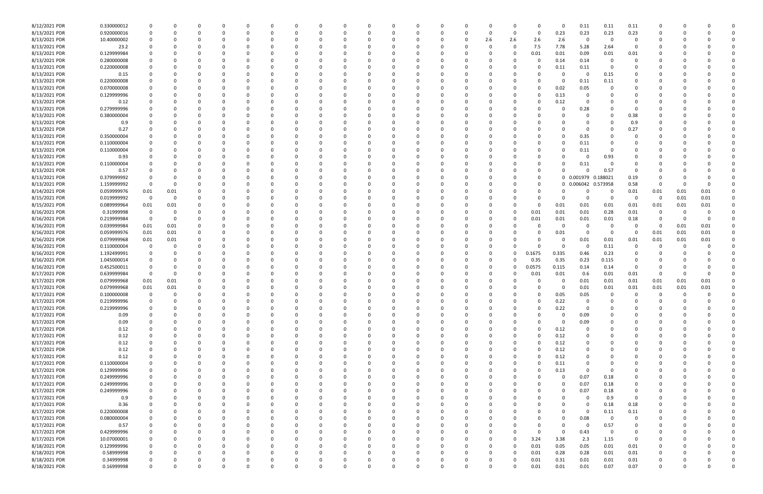| | | | | | | | | | | | | | | | | | | | | | | | | | | | | | | | | | |
|---|---|---|---|---|---|---|---|---|---|---|---|---|---|---|---|---|---|---|---|---|---|---|---|---|---|---|---|---|---|---|---|---|---|
| 8/12/2021 | PDR | 0.330000012 | 0 | 0 | 0 | 0 | 0 | 0 | 0 | 0 | 0 | 0 | 0 | 0 | 0 | 0 | 0 | 0 | 0 | 0 | 0 | 0 | 0 | 0 | 0 | 0.11 | 0.11 | 0.11 | 0 | 0 | 0 | 0 | 0 |
| 8/13/2021 | PDR | 0.920000016 | 0 | 0 | 0 | 0 | 0 | 0 | 0 | 0 | 0 | 0 | 0 | 0 | 0 | 0 | 0 | 0 | 0 | 0 | 0 | 0 | 0.23 | 0.23 | 0.23 | 0.23 | 0 | 0 | 0 | 0 | 0 |
| 8/13/2021 | PDR | 10.40000002 | 0 | 0 | 0 | 0 | 0 | 0 | 0 | 0 | 0 | 0 | 0 | 0 | 0 | 0 | 0 | 0 | 0 | 0 | 2.6 | 2.6 | 2.6 | 2.6 | 0 | 0 | 0 | 0 | 0 | 0 | 0 | 0 | 0 |
| 8/13/2021 | PDR | 23.2 | 0 | 0 | 0 | 0 | 0 | 0 | 0 | 0 | 0 | 0 | 0 | 0 | 0 | 0 | 0 | 0 | 0 | 0 | 0 | 0 | 7.5 | 7.78 | 5.28 | 2.64 | 0 | 0 | 0 | 0 | 0 |
| 8/13/2021 | PDR | 0.129999984 | 0 | 0 | 0 | 0 | 0 | 0 | 0 | 0 | 0 | 0 | 0 | 0 | 0 | 0 | 0 | 0 | 0 | 0 | 0 | 0 | 0.01 | 0.01 | 0.09 | 0.01 | 0.01 | 0 | 0 | 0 | 0 |
| 8/13/2021 | PDR | 0.280000008 | 0 | 0 | 0 | 0 | 0 | 0 | 0 | 0 | 0 | 0 | 0 | 0 | 0 | 0 | 0 | 0 | 0 | 0 | 0 | 0 | 0 | 0.14 | 0.14 | 0 | 0 | 0 | 0 | 0 | 0 |
| 8/13/2021 | PDR | 0.220000008 | 0 | 0 | 0 | 0 | 0 | 0 | 0 | 0 | 0 | 0 | 0 | 0 | 0 | 0 | 0 | 0 | 0 | 0 | 0 | 0 | 0 | 0.11 | 0.11 | 0 | 0 | 0 | 0 | 0 | 0 |
| 8/13/2021 | PDR | 0.15 | 0 | 0 | 0 | 0 | 0 | 0 | 0 | 0 | 0 | 0 | 0 | 0 | 0 | 0 | 0 | 0 | 0 | 0 | 0 | 0 | 0 | 0 | 0 | 0.15 | 0 | 0 | 0 | 0 | 0 |
| 8/13/2021 | PDR | 0.220000008 | 0 | 0 | 0 | 0 | 0 | 0 | 0 | 0 | 0 | 0 | 0 | 0 | 0 | 0 | 0 | 0 | 0 | 0 | 0 | 0 | 0 | 0 | 0.11 | 0.11 | 0 | 0 | 0 | 0 | 0 |
| 8/13/2021 | PDR | 0.070000008 | 0 | 0 | 0 | 0 | 0 | 0 | 0 | 0 | 0 | 0 | 0 | 0 | 0 | 0 | 0 | 0 | 0 | 0 | 0 | 0 | 0 | 0.02 | 0.05 | 0 | 0 | 0 | 0 | 0 | 0 |
| 8/13/2021 | PDR | 0.129999996 | 0 | 0 | 0 | 0 | 0 | 0 | 0 | 0 | 0 | 0 | 0 | 0 | 0 | 0 | 0 | 0 | 0 | 0 | 0 | 0 | 0 | 0.13 | 0 | 0 | 0 | 0 | 0 | 0 | 0 |
| 8/13/2021 | PDR | 0.12 | 0 | 0 | 0 | 0 | 0 | 0 | 0 | 0 | 0 | 0 | 0 | 0 | 0 | 0 | 0 | 0 | 0 | 0 | 0 | 0 | 0 | 0.12 | 0 | 0 | 0 | 0 | 0 | 0 | 0 |
| 8/13/2021 | PDR | 0.279999996 | 0 | 0 | 0 | 0 | 0 | 0 | 0 | 0 | 0 | 0 | 0 | 0 | 0 | 0 | 0 | 0 | 0 | 0 | 0 | 0 | 0 | 0 | 0.28 | 0 | 0 | 0 | 0 | 0 | 0 |
| 8/13/2021 | PDR | 0.380000004 | 0 | 0 | 0 | 0 | 0 | 0 | 0 | 0 | 0 | 0 | 0 | 0 | 0 | 0 | 0 | 0 | 0 | 0 | 0 | 0 | 0 | 0 | 0 | 0 | 0.38 | 0 | 0 | 0 | 0 |
| 8/13/2021 | PDR | 0.9 | 0 | 0 | 0 | 0 | 0 | 0 | 0 | 0 | 0 | 0 | 0 | 0 | 0 | 0 | 0 | 0 | 0 | 0 | 0 | 0 | 0 | 0 | 0 | 0 | 0.9 | 0 | 0 | 0 | 0 |
| 8/13/2021 | PDR | 0.27 | 0 | 0 | 0 | 0 | 0 | 0 | 0 | 0 | 0 | 0 | 0 | 0 | 0 | 0 | 0 | 0 | 0 | 0 | 0 | 0 | 0 | 0 | 0 | 0 | 0.27 | 0 | 0 | 0 | 0 |
| 8/13/2021 | PDR | 0.350000004 | 0 | 0 | 0 | 0 | 0 | 0 | 0 | 0 | 0 | 0 | 0 | 0 | 0 | 0 | 0 | 0 | 0 | 0 | 0 | 0 | 0 | 0 | 0.35 | 0 | 0 | 0 | 0 | 0 | 0 |
| 8/13/2021 | PDR | 0.110000004 | 0 | 0 | 0 | 0 | 0 | 0 | 0 | 0 | 0 | 0 | 0 | 0 | 0 | 0 | 0 | 0 | 0 | 0 | 0 | 0 | 0 | 0 | 0.11 | 0 | 0 | 0 | 0 | 0 | 0 |
| 8/13/2021 | PDR | 0.110000004 | 0 | 0 | 0 | 0 | 0 | 0 | 0 | 0 | 0 | 0 | 0 | 0 | 0 | 0 | 0 | 0 | 0 | 0 | 0 | 0 | 0 | 0 | 0.11 | 0 | 0 | 0 | 0 | 0 | 0 |
| 8/13/2021 | PDR | 0.93 | 0 | 0 | 0 | 0 | 0 | 0 | 0 | 0 | 0 | 0 | 0 | 0 | 0 | 0 | 0 | 0 | 0 | 0 | 0 | 0 | 0 | 0 | 0 | 0.93 | 0 | 0 | 0 | 0 | 0 |
| 8/13/2021 | PDR | 0.110000004 | 0 | 0 | 0 | 0 | 0 | 0 | 0 | 0 | 0 | 0 | 0 | 0 | 0 | 0 | 0 | 0 | 0 | 0 | 0 | 0 | 0 | 0 | 0.11 | 0 | 0 | 0 | 0 | 0 | 0 |
| 8/13/2021 | PDR | 0.57 | 0 | 0 | 0 | 0 | 0 | 0 | 0 | 0 | 0 | 0 | 0 | 0 | 0 | 0 | 0 | 0 | 0 | 0 | 0 | 0 | 0 | 0 | 0 | 0.57 | 0 | 0 | 0 | 0 | 0 |
| 8/13/2021 | PDR | 0.379999992 | 0 | 0 | 0 | 0 | 0 | 0 | 0 | 0 | 0 | 0 | 0 | 0 | 0 | 0 | 0 | 0 | 0 | 0 | 0 | 0 | 0 | 0 | 0.001979 | 0.188021 | 0.19 | 0 | 0 | 0 | 0 |
| 8/13/2021 | PDR | 1.159999992 | 0 | 0 | 0 | 0 | 0 | 0 | 0 | 0 | 0 | 0 | 0 | 0 | 0 | 0 | 0 | 0 | 0 | 0 | 0 | 0 | 0 | 0 | 0.006042 | 0.573958 | 0.58 | 0 | 0 | 0 | 0 |
| 8/14/2021 | PDR | 0.059999976 | 0.01 | 0.01 | 0 | 0 | 0 | 0 | 0 | 0 | 0 | 0 | 0 | 0 | 0 | 0 | 0 | 0 | 0 | 0 | 0 | 0 | 0 | 0 | 0 | 0 | 0.01 | 0.01 | 0.01 | 0.01 | 0 |
| 8/15/2021 | PDR | 0.019999992 | 0 | 0 | 0 | 0 | 0 | 0 | 0 | 0 | 0 | 0 | 0 | 0 | 0 | 0 | 0 | 0 | 0 | 0 | 0 | 0 | 0 | 0 | 0 | 0 | 0 | 0 | 0.01 | 0.01 | 0 |
| 8/15/2021 | PDR | 0.089999964 | 0.01 | 0.01 | 0 | 0 | 0 | 0 | 0 | 0 | 0 | 0 | 0 | 0 | 0 | 0 | 0 | 0 | 0 | 0 | 0 | 0 | 0 | 0.01 | 0.01 | 0.01 | 0.01 | 0.01 | 0.01 | 0.01 | 0 |
| 8/16/2021 | PDR | 0.31999998 | 0 | 0 | 0 | 0 | 0 | 0 | 0 | 0 | 0 | 0 | 0 | 0 | 0 | 0 | 0 | 0 | 0 | 0 | 0 | 0 | 0.01 | 0.01 | 0.01 | 0.28 | 0.01 | 0 | 0 | 0 | 0 |
| 8/16/2021 | PDR | 0.219999984 | 0 | 0 | 0 | 0 | 0 | 0 | 0 | 0 | 0 | 0 | 0 | 0 | 0 | 0 | 0 | 0 | 0 | 0 | 0 | 0 | 0.01 | 0.01 | 0.01 | 0.01 | 0.18 | 0 | 0 | 0 | 0 |
| 8/16/2021 | PDR | 0.039999984 | 0.01 | 0.01 | 0 | 0 | 0 | 0 | 0 | 0 | 0 | 0 | 0 | 0 | 0 | 0 | 0 | 0 | 0 | 0 | 0 | 0 | 0 | 0 | 0 | 0 | 0 | 0 | 0.01 | 0.01 | 0 |
| 8/16/2021 | PDR | 0.059999976 | 0.01 | 0.01 | 0 | 0 | 0 | 0 | 0 | 0 | 0 | 0 | 0 | 0 | 0 | 0 | 0 | 0 | 0 | 0 | 0 | 0 | 0 | 0.01 | 0 | 0 | 0 | 0.01 | 0.01 | 0.01 | 0 |
| 8/16/2021 | PDR | 0.079999968 | 0.01 | 0.01 | 0 | 0 | 0 | 0 | 0 | 0 | 0 | 0 | 0 | 0 | 0 | 0 | 0 | 0 | 0 | 0 | 0 | 0 | 0 | 0 | 0.01 | 0.01 | 0.01 | 0.01 | 0.01 | 0.01 | 0 |
| 8/16/2021 | PDR | 0.110000004 | 0 | 0 | 0 | 0 | 0 | 0 | 0 | 0 | 0 | 0 | 0 | 0 | 0 | 0 | 0 | 0 | 0 | 0 | 0 | 0 | 0 | 0 | 0 | 0.11 | 0 | 0 | 0 | 0 | 0 |
| 8/16/2021 | PDR | 1.192499991 | 0 | 0 | 0 | 0 | 0 | 0 | 0 | 0 | 0 | 0 | 0 | 0 | 0 | 0 | 0 | 0 | 0 | 0 | 0 | 0 | 0.1675 | 0.335 | 0.46 | 0.23 | 0 | 0 | 0 | 0 | 0 |
| 8/16/2021 | PDR | 1.045000014 | 0 | 0 | 0 | 0 | 0 | 0 | 0 | 0 | 0 | 0 | 0 | 0 | 0 | 0 | 0 | 0 | 0 | 0 | 0 | 0 | 0.35 | 0.35 | 0.23 | 0.115 | 0 | 0 | 0 | 0 | 0 |
| 8/16/2021 | PDR | 0.452500011 | 0 | 0 | 0 | 0 | 0 | 0 | 0 | 0 | 0 | 0 | 0 | 0 | 0 | 0 | 0 | 0 | 0 | 0 | 0 | 0 | 0.0575 | 0.115 | 0.14 | 0.14 | 0 | 0 | 0 | 0 | 0 |
| 8/17/2021 | PDR | 0.639999984 | 0 | 0 | 0 | 0 | 0 | 0 | 0 | 0 | 0 | 0 | 0 | 0 | 0 | 0 | 0 | 0 | 0 | 0 | 0 | 0 | 0.01 | 0.01 | 0.6 | 0.01 | 0.01 | 0 | 0 | 0 | 0 |
| 8/17/2021 | PDR | 0.079999968 | 0.01 | 0.01 | 0 | 0 | 0 | 0 | 0 | 0 | 0 | 0 | 0 | 0 | 0 | 0 | 0 | 0 | 0 | 0 | 0 | 0 | 0 | 0 | 0.01 | 0.01 | 0.01 | 0.01 | 0.01 | 0.01 | 0 |
| 8/17/2021 | PDR | 0.079999968 | 0.01 | 0.01 | 0 | 0 | 0 | 0 | 0 | 0 | 0 | 0 | 0 | 0 | 0 | 0 | 0 | 0 | 0 | 0 | 0 | 0 | 0 | 0 | 0.01 | 0.01 | 0.01 | 0.01 | 0.01 | 0.01 | 0 |
| 8/17/2021 | PDR | 0.100000008 | 0 | 0 | 0 | 0 | 0 | 0 | 0 | 0 | 0 | 0 | 0 | 0 | 0 | 0 | 0 | 0 | 0 | 0 | 0 | 0 | 0 | 0.05 | 0.05 | 0 | 0 | 0 | 0 | 0 | 0 |
| 8/17/2021 | PDR | 0.219999996 | 0 | 0 | 0 | 0 | 0 | 0 | 0 | 0 | 0 | 0 | 0 | 0 | 0 | 0 | 0 | 0 | 0 | 0 | 0 | 0 | 0 | 0.22 | 0 | 0 | 0 | 0 | 0 | 0 | 0 |
| 8/17/2021 | PDR | 0.219999996 | 0 | 0 | 0 | 0 | 0 | 0 | 0 | 0 | 0 | 0 | 0 | 0 | 0 | 0 | 0 | 0 | 0 | 0 | 0 | 0 | 0 | 0.22 | 0 | 0 | 0 | 0 | 0 | 0 | 0 |
| 8/17/2021 | PDR | 0.09 | 0 | 0 | 0 | 0 | 0 | 0 | 0 | 0 | 0 | 0 | 0 | 0 | 0 | 0 | 0 | 0 | 0 | 0 | 0 | 0 | 0 | 0 | 0.09 | 0 | 0 | 0 | 0 | 0 | 0 |
| 8/17/2021 | PDR | 0.09 | 0 | 0 | 0 | 0 | 0 | 0 | 0 | 0 | 0 | 0 | 0 | 0 | 0 | 0 | 0 | 0 | 0 | 0 | 0 | 0 | 0 | 0 | 0.09 | 0 | 0 | 0 | 0 | 0 | 0 |
| 8/17/2021 | PDR | 0.12 | 0 | 0 | 0 | 0 | 0 | 0 | 0 | 0 | 0 | 0 | 0 | 0 | 0 | 0 | 0 | 0 | 0 | 0 | 0 | 0 | 0 | 0.12 | 0 | 0 | 0 | 0 | 0 | 0 | 0 |
| 8/17/2021 | PDR | 0.12 | 0 | 0 | 0 | 0 | 0 | 0 | 0 | 0 | 0 | 0 | 0 | 0 | 0 | 0 | 0 | 0 | 0 | 0 | 0 | 0 | 0 | 0.12 | 0 | 0 | 0 | 0 | 0 | 0 | 0 |
| 8/17/2021 | PDR | 0.12 | 0 | 0 | 0 | 0 | 0 | 0 | 0 | 0 | 0 | 0 | 0 | 0 | 0 | 0 | 0 | 0 | 0 | 0 | 0 | 0 | 0 | 0.12 | 0 | 0 | 0 | 0 | 0 | 0 | 0 |
| 8/17/2021 | PDR | 0.12 | 0 | 0 | 0 | 0 | 0 | 0 | 0 | 0 | 0 | 0 | 0 | 0 | 0 | 0 | 0 | 0 | 0 | 0 | 0 | 0 | 0 | 0.12 | 0 | 0 | 0 | 0 | 0 | 0 | 0 |
| 8/17/2021 | PDR | 0.12 | 0 | 0 | 0 | 0 | 0 | 0 | 0 | 0 | 0 | 0 | 0 | 0 | 0 | 0 | 0 | 0 | 0 | 0 | 0 | 0 | 0 | 0.12 | 0 | 0 | 0 | 0 | 0 | 0 | 0 |
| 8/17/2021 | PDR | 0.110000004 | 0 | 0 | 0 | 0 | 0 | 0 | 0 | 0 | 0 | 0 | 0 | 0 | 0 | 0 | 0 | 0 | 0 | 0 | 0 | 0 | 0 | 0.11 | 0 | 0 | 0 | 0 | 0 | 0 | 0 |
| 8/17/2021 | PDR | 0.129999996 | 0 | 0 | 0 | 0 | 0 | 0 | 0 | 0 | 0 | 0 | 0 | 0 | 0 | 0 | 0 | 0 | 0 | 0 | 0 | 0 | 0 | 0.13 | 0 | 0 | 0 | 0 | 0 | 0 | 0 |
| 8/17/2021 | PDR | 0.249999996 | 0 | 0 | 0 | 0 | 0 | 0 | 0 | 0 | 0 | 0 | 0 | 0 | 0 | 0 | 0 | 0 | 0 | 0 | 0 | 0 | 0 | 0 | 0.07 | 0.18 | 0 | 0 | 0 | 0 | 0 |
| 8/17/2021 | PDR | 0.249999996 | 0 | 0 | 0 | 0 | 0 | 0 | 0 | 0 | 0 | 0 | 0 | 0 | 0 | 0 | 0 | 0 | 0 | 0 | 0 | 0 | 0 | 0 | 0.07 | 0.18 | 0 | 0 | 0 | 0 | 0 |
| 8/17/2021 | PDR | 0.249999996 | 0 | 0 | 0 | 0 | 0 | 0 | 0 | 0 | 0 | 0 | 0 | 0 | 0 | 0 | 0 | 0 | 0 | 0 | 0 | 0 | 0 | 0 | 0.07 | 0.18 | 0 | 0 | 0 | 0 | 0 |
| 8/17/2021 | PDR | 0.9 | 0 | 0 | 0 | 0 | 0 | 0 | 0 | 0 | 0 | 0 | 0 | 0 | 0 | 0 | 0 | 0 | 0 | 0 | 0 | 0 | 0 | 0 | 0 | 0.9 | 0 | 0 | 0 | 0 | 0 |
| 8/17/2021 | PDR | 0.36 | 0 | 0 | 0 | 0 | 0 | 0 | 0 | 0 | 0 | 0 | 0 | 0 | 0 | 0 | 0 | 0 | 0 | 0 | 0 | 0 | 0 | 0 | 0 | 0.18 | 0.18 | 0 | 0 | 0 | 0 |
| 8/17/2021 | PDR | 0.220000008 | 0 | 0 | 0 | 0 | 0 | 0 | 0 | 0 | 0 | 0 | 0 | 0 | 0 | 0 | 0 | 0 | 0 | 0 | 0 | 0 | 0 | 0 | 0 | 0.11 | 0.11 | 0 | 0 | 0 | 0 |
| 8/17/2021 | PDR | 0.080000004 | 0 | 0 | 0 | 0 | 0 | 0 | 0 | 0 | 0 | 0 | 0 | 0 | 0 | 0 | 0 | 0 | 0 | 0 | 0 | 0 | 0 | 0 | 0.08 | 0 | 0 | 0 | 0 | 0 | 0 |
| 8/17/2021 | PDR | 0.57 | 0 | 0 | 0 | 0 | 0 | 0 | 0 | 0 | 0 | 0 | 0 | 0 | 0 | 0 | 0 | 0 | 0 | 0 | 0 | 0 | 0 | 0 | 0 | 0.57 | 0 | 0 | 0 | 0 | 0 |
| 8/17/2021 | PDR | 0.429999996 | 0 | 0 | 0 | 0 | 0 | 0 | 0 | 0 | 0 | 0 | 0 | 0 | 0 | 0 | 0 | 0 | 0 | 0 | 0 | 0 | 0 | 0 | 0.43 | 0 | 0 | 0 | 0 | 0 | 0 |
| 8/17/2021 | PDR | 10.07000001 | 0 | 0 | 0 | 0 | 0 | 0 | 0 | 0 | 0 | 0 | 0 | 0 | 0 | 0 | 0 | 0 | 0 | 0 | 0 | 0 | 3.24 | 3.38 | 2.3 | 1.15 | 0 | 0 | 0 | 0 | 0 |
| 8/18/2021 | PDR | 0.129999996 | 0 | 0 | 0 | 0 | 0 | 0 | 0 | 0 | 0 | 0 | 0 | 0 | 0 | 0 | 0 | 0 | 0 | 0 | 0 | 0 | 0.01 | 0.05 | 0.05 | 0.01 | 0.01 | 0 | 0 | 0 | 0 |
| 8/18/2021 | PDR | 0.58999998 | 0 | 0 | 0 | 0 | 0 | 0 | 0 | 0 | 0 | 0 | 0 | 0 | 0 | 0 | 0 | 0 | 0 | 0 | 0 | 0 | 0.01 | 0.28 | 0.28 | 0.01 | 0.01 | 0 | 0 | 0 | 0 |
| 8/18/2021 | PDR | 0.34999998 | 0 | 0 | 0 | 0 | 0 | 0 | 0 | 0 | 0 | 0 | 0 | 0 | 0 | 0 | 0 | 0 | 0 | 0 | 0 | 0 | 0.01 | 0.31 | 0.01 | 0.01 | 0.01 | 0 | 0 | 0 | 0 |
| 8/18/2021 | PDR | 0.16999998 | 0 | 0 | 0 | 0 | 0 | 0 | 0 | 0 | 0 | 0 | 0 | 0 | 0 | 0 | 0 | 0 | 0 | 0 | 0 | 0 | 0.01 | 0.01 | 0.01 | 0.07 | 0.07 | 0 | 0 | 0 | 0 |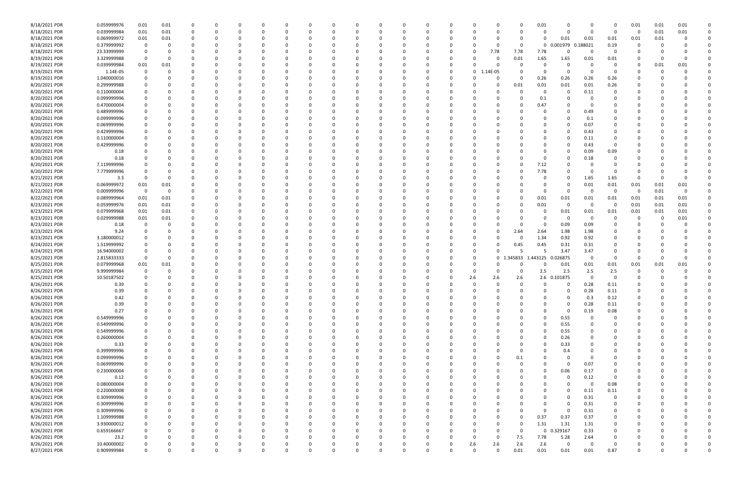| | | | | | | | | | | | | | | | | | | | | | | | | | | |
|---|---|---|---|---|---|---|---|---|---|---|---|---|---|---|---|---|---|---|---|---|---|---|---|---|---|---|
| 8/18/2021 PDR | 0.059999976 | 0.01 | 0.01 | 0 | 0 | 0 | 0 | 0 | 0 | 0 | 0 | 0 | 0 | 0 | 0 | 0 | 0 | 0 | 0.01 | 0 | 0 | 0 | 0.01 | 0.01 | 0.01 | 0 |
| 8/18/2021 PDR | 0.039999984 | 0.01 | 0.01 | 0 | 0 | 0 | 0 | 0 | 0 | 0 | 0 | 0 | 0 | 0 | 0 | 0 | 0 | 0 | 0 | 0 | 0 | 0 | 0 | 0.01 | 0.01 | 0 |
| 8/18/2021 PDR | 0.069999972 | 0.01 | 0.01 | 0 | 0 | 0 | 0 | 0 | 0 | 0 | 0 | 0 | 0 | 0 | 0 | 0 | 0 | 0 | 0 | 0.01 | 0.01 | 0.01 | 0.01 | 0.01 | 0 | 0 |
| 8/18/2021 PDR | 0.379999992 | 0 | 0 | 0 | 0 | 0 | 0 | 0 | 0 | 0 | 0 | 0 | 0 | 0 | 0 | 0 | 0 | 0 | 0 | 0.001979 | 0.188021 | 0.19 | 0 | 0 | 0 | 0 |
| 8/18/2021 PDR | 23.33999999 | 0 | 0 | 0 | 0 | 0 | 0 | 0 | 0 | 0 | 0 | 0 | 0 | 0 | 0 | 0 | 7.78 | 7.78 | 7.78 | 0 | 0 | 0 | 0 | 0 | 0 | 0 |
| 8/19/2021 PDR | 3.329999988 | 0 | 0 | 0 | 0 | 0 | 0 | 0 | 0 | 0 | 0 | 0 | 0 | 0 | 0 | 0 | 0 | 0.01 | 1.65 | 1.65 | 0.01 | 0.01 | 0 | 0 | 0 | 0 |
| 8/19/2021 PDR | 0.039999984 | 0.01 | 0.01 | 0 | 0 | 0 | 0 | 0 | 0 | 0 | 0 | 0 | 0 | 0 | 0 | 0 | 0 | 0 | 0 | 0 | 0 | 0 | 0 | 0.01 | 0.01 | 0 |
| 8/19/2021 PDR | 1.14E-05 | 0 | 0 | 0 | 0 | 0 | 0 | 0 | 0 | 0 | 0 | 0 | 0 | 0 | 0 | 0 | 1.14E-05 | 0 | 0 | 0 | 0 | 0 | 0 | 0 | 0 | 0 |
| 8/19/2021 PDR | 1.040000016 | 0 | 0 | 0 | 0 | 0 | 0 | 0 | 0 | 0 | 0 | 0 | 0 | 0 | 0 | 0 | 0 | 0 | 0.26 | 0.26 | 0.26 | 0.26 | 0 | 0 | 0 | 0 |
| 8/20/2021 PDR | 0.299999988 | 0 | 0 | 0 | 0 | 0 | 0 | 0 | 0 | 0 | 0 | 0 | 0 | 0 | 0 | 0 | 0 | 0.01 | 0.01 | 0.01 | 0.01 | 0.26 | 0 | 0 | 0 | 0 |
| 8/20/2021 PDR | 0.110000004 | 0 | 0 | 0 | 0 | 0 | 0 | 0 | 0 | 0 | 0 | 0 | 0 | 0 | 0 | 0 | 0 | 0 | 0 | 0 | 0.11 | 0 | 0 | 0 | 0 | 0 |
| 8/20/2021 PDR | 0.099999996 | 0 | 0 | 0 | 0 | 0 | 0 | 0 | 0 | 0 | 0 | 0 | 0 | 0 | 0 | 0 | 0 | 0 | 0.1 | 0 | 0 | 0 | 0 | 0 | 0 | 0 |
| 8/20/2021 PDR | 0.470000004 | 0 | 0 | 0 | 0 | 0 | 0 | 0 | 0 | 0 | 0 | 0 | 0 | 0 | 0 | 0 | 0 | 0 | 0.47 | 0 | 0 | 0 | 0 | 0 | 0 | 0 |
| 8/20/2021 PDR | 0.489999996 | 0 | 0 | 0 | 0 | 0 | 0 | 0 | 0 | 0 | 0 | 0 | 0 | 0 | 0 | 0 | 0 | 0 | 0 | 0 | 0.49 | 0 | 0 | 0 | 0 | 0 |
| 8/20/2021 PDR | 0.099999996 | 0 | 0 | 0 | 0 | 0 | 0 | 0 | 0 | 0 | 0 | 0 | 0 | 0 | 0 | 0 | 0 | 0 | 0 | 0 | 0.1 | 0 | 0 | 0 | 0 | 0 |
| 8/20/2021 PDR | 0.069999996 | 0 | 0 | 0 | 0 | 0 | 0 | 0 | 0 | 0 | 0 | 0 | 0 | 0 | 0 | 0 | 0 | 0 | 0 | 0 | 0.07 | 0 | 0 | 0 | 0 | 0 |
| 8/20/2021 PDR | 0.429999996 | 0 | 0 | 0 | 0 | 0 | 0 | 0 | 0 | 0 | 0 | 0 | 0 | 0 | 0 | 0 | 0 | 0 | 0 | 0 | 0.43 | 0 | 0 | 0 | 0 | 0 |
| 8/20/2021 PDR | 0.110000004 | 0 | 0 | 0 | 0 | 0 | 0 | 0 | 0 | 0 | 0 | 0 | 0 | 0 | 0 | 0 | 0 | 0 | 0 | 0 | 0.11 | 0 | 0 | 0 | 0 | 0 |
| 8/20/2021 PDR | 0.429999996 | 0 | 0 | 0 | 0 | 0 | 0 | 0 | 0 | 0 | 0 | 0 | 0 | 0 | 0 | 0 | 0 | 0 | 0 | 0 | 0.43 | 0 | 0 | 0 | 0 | 0 |
| 8/20/2021 PDR | 0.18 | 0 | 0 | 0 | 0 | 0 | 0 | 0 | 0 | 0 | 0 | 0 | 0 | 0 | 0 | 0 | 0 | 0 | 0 | 0 | 0.09 | 0.09 | 0 | 0 | 0 | 0 |
| 8/20/2021 PDR | 0.18 | 0 | 0 | 0 | 0 | 0 | 0 | 0 | 0 | 0 | 0 | 0 | 0 | 0 | 0 | 0 | 0 | 0 | 0 | 0 | 0.18 | 0 | 0 | 0 | 0 | 0 |
| 8/20/2021 PDR | 7.119999996 | 0 | 0 | 0 | 0 | 0 | 0 | 0 | 0 | 0 | 0 | 0 | 0 | 0 | 0 | 0 | 0 | 0 | 7.12 | 0 | 0 | 0 | 0 | 0 | 0 | 0 |
| 8/20/2021 PDR | 7.779999996 | 0 | 0 | 0 | 0 | 0 | 0 | 0 | 0 | 0 | 0 | 0 | 0 | 0 | 0 | 0 | 0 | 0 | 7.78 | 0 | 0 | 0 | 0 | 0 | 0 | 0 |
| 8/21/2021 PDR | 3.3 | 0 | 0 | 0 | 0 | 0 | 0 | 0 | 0 | 0 | 0 | 0 | 0 | 0 | 0 | 0 | 0 | 0 | 0 | 0 | 1.65 | 1.65 | 0 | 0 | 0 | 0 |
| 8/21/2021 PDR | 0.069999972 | 0.01 | 0.01 | 0 | 0 | 0 | 0 | 0 | 0 | 0 | 0 | 0 | 0 | 0 | 0 | 0 | 0 | 0 | 0 | 0 | 0.01 | 0.01 | 0.01 | 0.01 | 0.01 | 0 |
| 8/22/2021 PDR | 0.009999996 | 0 | 0 | 0 | 0 | 0 | 0 | 0 | 0 | 0 | 0 | 0 | 0 | 0 | 0 | 0 | 0 | 0 | 0 | 0 | 0 | 0 | 0 | 0.01 | 0 | 0 |
| 8/22/2021 PDR | 0.089999964 | 0.01 | 0.01 | 0 | 0 | 0 | 0 | 0 | 0 | 0 | 0 | 0 | 0 | 0 | 0 | 0 | 0 | 0 | 0.01 | 0.01 | 0.01 | 0.01 | 0.01 | 0.01 | 0.01 | 0 |
| 8/23/2021 PDR | 0.059999976 | 0.01 | 0.01 | 0 | 0 | 0 | 0 | 0 | 0 | 0 | 0 | 0 | 0 | 0 | 0 | 0 | 0 | 0 | 0.01 | 0 | 0 | 0 | 0.01 | 0.01 | 0.01 | 0 |
| 8/23/2021 PDR | 0.079999968 | 0.01 | 0.01 | 0 | 0 | 0 | 0 | 0 | 0 | 0 | 0 | 0 | 0 | 0 | 0 | 0 | 0 | 0 | 0 | 0.01 | 0.01 | 0.01 | 0.01 | 0.01 | 0.01 | 0 |
| 8/23/2021 PDR | 0.029999988 | 0.01 | 0.01 | 0 | 0 | 0 | 0 | 0 | 0 | 0 | 0 | 0 | 0 | 0 | 0 | 0 | 0 | 0 | 0 | 0 | 0 | 0 | 0 | 0 | 0.01 | 0 |
| 8/23/2021 PDR | 0.18 | 0 | 0 | 0 | 0 | 0 | 0 | 0 | 0 | 0 | 0 | 0 | 0 | 0 | 0 | 0 | 0 | 0 | 0 | 0.09 | 0.09 | 0 | 0 | 0 | 0 | 0 |
| 8/23/2021 PDR | 9.24 | 0 | 0 | 0 | 0 | 0 | 0 | 0 | 0 | 0 | 0 | 0 | 0 | 0 | 0 | 0 | 0 | 2.64 | 2.64 | 1.98 | 1.98 | 0 | 0 | 0 | 0 | 0 |
| 8/23/2021 PDR | 3.180000012 | 0 | 0 | 0 | 0 | 0 | 0 | 0 | 0 | 0 | 0 | 0 | 0 | 0 | 0 | 0 | 0 | 0 | 1.34 | 0.92 | 0.92 | 0 | 0 | 0 | 0 | 0 |
| 8/24/2021 PDR | 1.519999992 | 0 | 0 | 0 | 0 | 0 | 0 | 0 | 0 | 0 | 0 | 0 | 0 | 0 | 0 | 0 | 0 | 0.45 | 0.45 | 0.31 | 0.31 | 0 | 0 | 0 | 0 | 0 |
| 8/24/2021 PDR | 16.94000002 | 0 | 0 | 0 | 0 | 0 | 0 | 0 | 0 | 0 | 0 | 0 | 0 | 0 | 0 | 0 | 0 | 5 | 5 | 3.47 | 3.47 | 0 | 0 | 0 | 0 | 0 |
| 8/25/2021 PDR | 2.815833333 | 0 | 0 | 0 | 0 | 0 | 0 | 0 | 0 | 0 | 0 | 0 | 0 | 0 | 0 | 0 | 0 | 1.345833 | 1.443125 | 0.026875 | 0 | 0 | 0 | 0 | 0 | 0 |
| 8/25/2021 PDR | 0.079999968 | 0.01 | 0.01 | 0 | 0 | 0 | 0 | 0 | 0 | 0 | 0 | 0 | 0 | 0 | 0 | 0 | 0 | 0 | 0 | 0.01 | 0.01 | 0.01 | 0.01 | 0.01 | 0.01 | 0 |
| 8/25/2021 PDR | 9.999999984 | 0 | 0 | 0 | 0 | 0 | 0 | 0 | 0 | 0 | 0 | 0 | 0 | 0 | 0 | 0 | 0 | 0 | 2.5 | 2.5 | 2.5 | 2.5 | 0 | 0 | 0 | 0 |
| 8/25/2021 PDR | 10.50187502 | 0 | 0 | 0 | 0 | 0 | 0 | 0 | 0 | 0 | 0 | 0 | 0 | 0 | 0 | 2.6 | 2.6 | 2.6 | 2.6 | 0.101875 | 0 | 0 | 0 | 0 | 0 | 0 |
| 8/26/2021 PDR | 0.39 | 0 | 0 | 0 | 0 | 0 | 0 | 0 | 0 | 0 | 0 | 0 | 0 | 0 | 0 | 0 | 0 | 0 | 0 | 0 | 0.28 | 0.11 | 0 | 0 | 0 | 0 |
| 8/26/2021 PDR | 0.39 | 0 | 0 | 0 | 0 | 0 | 0 | 0 | 0 | 0 | 0 | 0 | 0 | 0 | 0 | 0 | 0 | 0 | 0 | 0 | 0.28 | 0.11 | 0 | 0 | 0 | 0 |
| 8/26/2021 PDR | 0.42 | 0 | 0 | 0 | 0 | 0 | 0 | 0 | 0 | 0 | 0 | 0 | 0 | 0 | 0 | 0 | 0 | 0 | 0 | 0 | 0.3 | 0.12 | 0 | 0 | 0 | 0 |
| 8/26/2021 PDR | 0.39 | 0 | 0 | 0 | 0 | 0 | 0 | 0 | 0 | 0 | 0 | 0 | 0 | 0 | 0 | 0 | 0 | 0 | 0 | 0 | 0.28 | 0.11 | 0 | 0 | 0 | 0 |
| 8/26/2021 PDR | 0.27 | 0 | 0 | 0 | 0 | 0 | 0 | 0 | 0 | 0 | 0 | 0 | 0 | 0 | 0 | 0 | 0 | 0 | 0 | 0 | 0.19 | 0.08 | 0 | 0 | 0 | 0 |
| 8/26/2021 PDR | 0.549999996 | 0 | 0 | 0 | 0 | 0 | 0 | 0 | 0 | 0 | 0 | 0 | 0 | 0 | 0 | 0 | 0 | 0 | 0 | 0.55 | 0 | 0 | 0 | 0 | 0 | 0 |
| 8/26/2021 PDR | 0.549999996 | 0 | 0 | 0 | 0 | 0 | 0 | 0 | 0 | 0 | 0 | 0 | 0 | 0 | 0 | 0 | 0 | 0 | 0 | 0.55 | 0 | 0 | 0 | 0 | 0 | 0 |
| 8/26/2021 PDR | 0.549999996 | 0 | 0 | 0 | 0 | 0 | 0 | 0 | 0 | 0 | 0 | 0 | 0 | 0 | 0 | 0 | 0 | 0 | 0 | 0.55 | 0 | 0 | 0 | 0 | 0 | 0 |
| 8/26/2021 PDR | 0.260000004 | 0 | 0 | 0 | 0 | 0 | 0 | 0 | 0 | 0 | 0 | 0 | 0 | 0 | 0 | 0 | 0 | 0 | 0 | 0.26 | 0 | 0 | 0 | 0 | 0 | 0 |
| 8/26/2021 PDR | 0.33 | 0 | 0 | 0 | 0 | 0 | 0 | 0 | 0 | 0 | 0 | 0 | 0 | 0 | 0 | 0 | 0 | 0 | 0 | 0.33 | 0 | 0 | 0 | 0 | 0 | 0 |
| 8/26/2021 PDR | 0.399999996 | 0 | 0 | 0 | 0 | 0 | 0 | 0 | 0 | 0 | 0 | 0 | 0 | 0 | 0 | 0 | 0 | 0 | 0 | 0.4 | 0 | 0 | 0 | 0 | 0 | 0 |
| 8/26/2021 PDR | 0.099999996 | 0 | 0 | 0 | 0 | 0 | 0 | 0 | 0 | 0 | 0 | 0 | 0 | 0 | 0 | 0 | 0 | 0.1 | 0 | 0 | 0 | 0 | 0 | 0 | 0 | 0 |
| 8/26/2021 PDR | 0.069999996 | 0 | 0 | 0 | 0 | 0 | 0 | 0 | 0 | 0 | 0 | 0 | 0 | 0 | 0 | 0 | 0 | 0 | 0 | 0 | 0.07 | 0 | 0 | 0 | 0 | 0 |
| 8/26/2021 PDR | 0.230000004 | 0 | 0 | 0 | 0 | 0 | 0 | 0 | 0 | 0 | 0 | 0 | 0 | 0 | 0 | 0 | 0 | 0 | 0 | 0.06 | 0.17 | 0 | 0 | 0 | 0 | 0 |
| 8/26/2021 PDR | 0.12 | 0 | 0 | 0 | 0 | 0 | 0 | 0 | 0 | 0 | 0 | 0 | 0 | 0 | 0 | 0 | 0 | 0 | 0 | 0 | 0.12 | 0 | 0 | 0 | 0 | 0 |
| 8/26/2021 PDR | 0.080000004 | 0 | 0 | 0 | 0 | 0 | 0 | 0 | 0 | 0 | 0 | 0 | 0 | 0 | 0 | 0 | 0 | 0 | 0 | 0 | 0 | 0.08 | 0 | 0 | 0 | 0 |
| 8/26/2021 PDR | 0.220000008 | 0 | 0 | 0 | 0 | 0 | 0 | 0 | 0 | 0 | 0 | 0 | 0 | 0 | 0 | 0 | 0 | 0 | 0 | 0 | 0.11 | 0.11 | 0 | 0 | 0 | 0 |
| 8/26/2021 PDR | 0.309999996 | 0 | 0 | 0 | 0 | 0 | 0 | 0 | 0 | 0 | 0 | 0 | 0 | 0 | 0 | 0 | 0 | 0 | 0 | 0 | 0.31 | 0 | 0 | 0 | 0 | 0 |
| 8/26/2021 PDR | 0.309999996 | 0 | 0 | 0 | 0 | 0 | 0 | 0 | 0 | 0 | 0 | 0 | 0 | 0 | 0 | 0 | 0 | 0 | 0 | 0 | 0.31 | 0 | 0 | 0 | 0 | 0 |
| 8/26/2021 PDR | 0.309999996 | 0 | 0 | 0 | 0 | 0 | 0 | 0 | 0 | 0 | 0 | 0 | 0 | 0 | 0 | 0 | 0 | 0 | 0 | 0 | 0.31 | 0 | 0 | 0 | 0 | 0 |
| 8/26/2021 PDR | 1.109999988 | 0 | 0 | 0 | 0 | 0 | 0 | 0 | 0 | 0 | 0 | 0 | 0 | 0 | 0 | 0 | 0 | 0 | 0.37 | 0.37 | 0.37 | 0 | 0 | 0 | 0 | 0 |
| 8/26/2021 PDR | 3.930000012 | 0 | 0 | 0 | 0 | 0 | 0 | 0 | 0 | 0 | 0 | 0 | 0 | 0 | 0 | 0 | 0 | 0 | 1.31 | 1.31 | 1.31 | 0 | 0 | 0 | 0 | 0 |
| 8/26/2021 PDR | 0.659166667 | 0 | 0 | 0 | 0 | 0 | 0 | 0 | 0 | 0 | 0 | 0 | 0 | 0 | 0 | 0 | 0 | 0 | 0 | 0.329167 | 0.33 | 0 | 0 | 0 | 0 | 0 |
| 8/26/2021 PDR | 23.2 | 0 | 0 | 0 | 0 | 0 | 0 | 0 | 0 | 0 | 0 | 0 | 0 | 0 | 0 | 0 | 0 | 7.5 | 7.78 | 5.28 | 2.64 | 0 | 0 | 0 | 0 | 0 |
| 8/26/2021 PDR | 10.40000002 | 0 | 0 | 0 | 0 | 0 | 0 | 0 | 0 | 0 | 0 | 0 | 0 | 0 | 0 | 2.6 | 2.6 | 2.6 | 2.6 | 0 | 0 | 0 | 0 | 0 | 0 | 0 |
| 8/27/2021 PDR | 0.909999984 | 0 | 0 | 0 | 0 | 0 | 0 | 0 | 0 | 0 | 0 | 0 | 0 | 0 | 0 | 0 | 0 | 0.01 | 0.01 | 0.01 | 0.01 | 0.87 | 0 | 0 | 0 | 0 |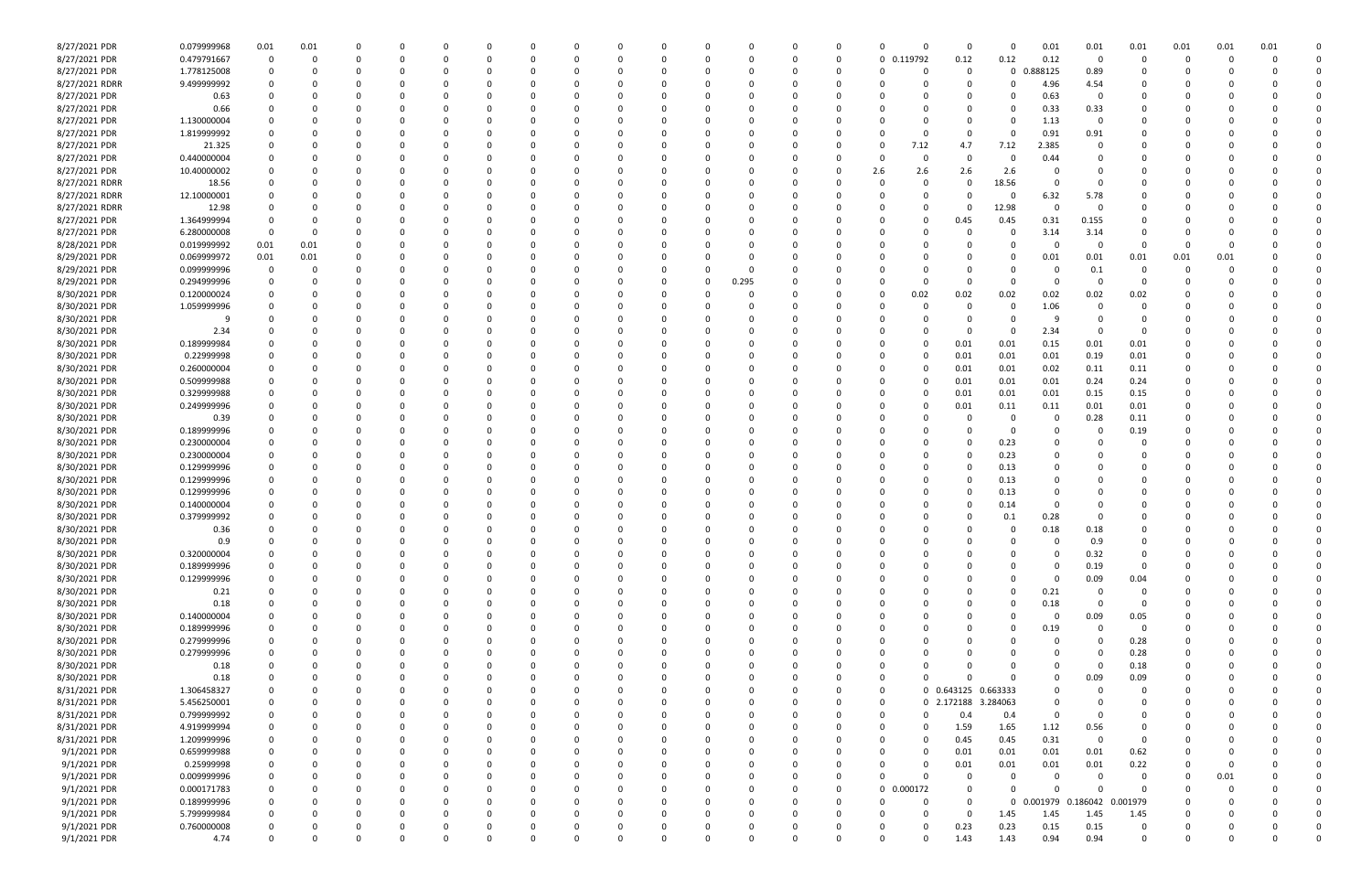| | | | | | | | | | | | | | | | | | | | | | | | | | | | | |
|---|---|---|---|---|---|---|---|---|---|---|---|---|---|---|---|---|---|---|---|---|---|---|---|---|---|---|---|---|
| 8/27/2021 PDR | 0.079999968 | 0.01 | 0.01 | 0 | 0 | 0 | 0 | 0 | 0 | 0 | 0 | 0 | 0 | 0 | 0 | 0 | 0 | 0 | 0 | 0 | 0 | 0.01 | 0.01 | 0.01 | 0.01 | 0.01 | 0.01 | 0 |
| 8/27/2021 PDR | 0.479791667 | 0 | 0 | 0 | 0 | 0 | 0 | 0 | 0 | 0 | 0 | 0 | 0 | 0 | 0 | 0 | 0 | 0 | 0.119792 | 0.12 | 0.12 | 0.12 | 0 | 0 | 0 | 0 | 0 | 0 |
| 8/27/2021 PDR | 1.778125008 | 0 | 0 | 0 | 0 | 0 | 0 | 0 | 0 | 0 | 0 | 0 | 0 | 0 | 0 | 0 | 0 | 0 | 0 | 0 | 0 | 0.888125 | 0.89 | 0 | 0 | 0 | 0 | 0 |
| 8/27/2021 RDRR | 9.499999992 | 0 | 0 | 0 | 0 | 0 | 0 | 0 | 0 | 0 | 0 | 0 | 0 | 0 | 0 | 0 | 0 | 0 | 0 | 0 | 0 | 4.96 | 4.54 | 0 | 0 | 0 | 0 | 0 |
| 8/27/2021 PDR | 0.63 | 0 | 0 | 0 | 0 | 0 | 0 | 0 | 0 | 0 | 0 | 0 | 0 | 0 | 0 | 0 | 0 | 0 | 0 | 0 | 0 | 0.63 | 0 | 0 | 0 | 0 | 0 | 0 |
| 8/27/2021 PDR | 0.66 | 0 | 0 | 0 | 0 | 0 | 0 | 0 | 0 | 0 | 0 | 0 | 0 | 0 | 0 | 0 | 0 | 0 | 0 | 0 | 0 | 0.33 | 0.33 | 0 | 0 | 0 | 0 | 0 |
| 8/27/2021 PDR | 1.130000004 | 0 | 0 | 0 | 0 | 0 | 0 | 0 | 0 | 0 | 0 | 0 | 0 | 0 | 0 | 0 | 0 | 0 | 0 | 0 | 0 | 1.13 | 0 | 0 | 0 | 0 | 0 | 0 |
| 8/27/2021 PDR | 1.819999992 | 0 | 0 | 0 | 0 | 0 | 0 | 0 | 0 | 0 | 0 | 0 | 0 | 0 | 0 | 0 | 0 | 0 | 0 | 0 | 0 | 0.91 | 0.91 | 0 | 0 | 0 | 0 | 0 |
| 8/27/2021 PDR | 21.325 | 0 | 0 | 0 | 0 | 0 | 0 | 0 | 0 | 0 | 0 | 0 | 0 | 0 | 0 | 0 | 0 | 0 | 7.12 | 4.7 | 7.12 | 2.385 | 0 | 0 | 0 | 0 | 0 | 0 |
| 8/27/2021 PDR | 0.440000004 | 0 | 0 | 0 | 0 | 0 | 0 | 0 | 0 | 0 | 0 | 0 | 0 | 0 | 0 | 0 | 0 | 0 | 0 | 0 | 0 | 0.44 | 0 | 0 | 0 | 0 | 0 | 0 |
| 8/27/2021 PDR | 10.40000002 | 0 | 0 | 0 | 0 | 0 | 0 | 0 | 0 | 0 | 0 | 0 | 0 | 0 | 0 | 0 | 0 | 2.6 | 2.6 | 2.6 | 2.6 | 0 | 0 | 0 | 0 | 0 | 0 | 0 |
| 8/27/2021 RDRR | 18.56 | 0 | 0 | 0 | 0 | 0 | 0 | 0 | 0 | 0 | 0 | 0 | 0 | 0 | 0 | 0 | 0 | 0 | 0 | 0 | 18.56 | 0 | 0 | 0 | 0 | 0 | 0 | 0 |
| 8/27/2021 RDRR | 12.10000001 | 0 | 0 | 0 | 0 | 0 | 0 | 0 | 0 | 0 | 0 | 0 | 0 | 0 | 0 | 0 | 0 | 0 | 0 | 0 | 0 | 6.32 | 5.78 | 0 | 0 | 0 | 0 | 0 |
| 8/27/2021 RDRR | 12.98 | 0 | 0 | 0 | 0 | 0 | 0 | 0 | 0 | 0 | 0 | 0 | 0 | 0 | 0 | 0 | 0 | 0 | 0 | 0 | 12.98 | 0 | 0 | 0 | 0 | 0 | 0 | 0 |
| 8/27/2021 PDR | 1.364999994 | 0 | 0 | 0 | 0 | 0 | 0 | 0 | 0 | 0 | 0 | 0 | 0 | 0 | 0 | 0 | 0 | 0 | 0 | 0.45 | 0.45 | 0.31 | 0.155 | 0 | 0 | 0 | 0 | 0 |
| 8/27/2021 PDR | 6.280000008 | 0 | 0 | 0 | 0 | 0 | 0 | 0 | 0 | 0 | 0 | 0 | 0 | 0 | 0 | 0 | 0 | 0 | 0 | 0 | 0 | 3.14 | 3.14 | 0 | 0 | 0 | 0 | 0 |
| 8/28/2021 PDR | 0.019999992 | 0.01 | 0.01 | 0 | 0 | 0 | 0 | 0 | 0 | 0 | 0 | 0 | 0 | 0 | 0 | 0 | 0 | 0 | 0 | 0 | 0 | 0 | 0 | 0 | 0 | 0 | 0 | 0 |
| 8/29/2021 PDR | 0.069999972 | 0.01 | 0.01 | 0 | 0 | 0 | 0 | 0 | 0 | 0 | 0 | 0 | 0 | 0 | 0 | 0 | 0 | 0 | 0 | 0 | 0 | 0.01 | 0.01 | 0.01 | 0.01 | 0.01 | 0 | 0 |
| 8/29/2021 PDR | 0.099999996 | 0 | 0 | 0 | 0 | 0 | 0 | 0 | 0 | 0 | 0 | 0 | 0 | 0 | 0 | 0 | 0 | 0 | 0 | 0 | 0 | 0 | 0.1 | 0 | 0 | 0 | 0 | 0 |
| 8/29/2021 PDR | 0.294999996 | 0 | 0 | 0 | 0 | 0 | 0 | 0 | 0 | 0 | 0 | 0 | 0 | 0.295 | 0 | 0 | 0 | 0 | 0 | 0 | 0 | 0 | 0 | 0 | 0 | 0 | 0 | 0 |
| 8/30/2021 PDR | 0.120000024 | 0 | 0 | 0 | 0 | 0 | 0 | 0 | 0 | 0 | 0 | 0 | 0 | 0 | 0 | 0 | 0 | 0 | 0.02 | 0.02 | 0.02 | 0.02 | 0.02 | 0.02 | 0 | 0 | 0 | 0 |
| 8/30/2021 PDR | 1.059999996 | 0 | 0 | 0 | 0 | 0 | 0 | 0 | 0 | 0 | 0 | 0 | 0 | 0 | 0 | 0 | 0 | 0 | 0 | 0 | 0 | 1.06 | 0 | 0 | 0 | 0 | 0 | 0 |
| 8/30/2021 PDR | 9 | 0 | 0 | 0 | 0 | 0 | 0 | 0 | 0 | 0 | 0 | 0 | 0 | 0 | 0 | 0 | 0 | 0 | 0 | 0 | 0 | 9 | 0 | 0 | 0 | 0 | 0 | 0 |
| 8/30/2021 PDR | 2.34 | 0 | 0 | 0 | 0 | 0 | 0 | 0 | 0 | 0 | 0 | 0 | 0 | 0 | 0 | 0 | 0 | 0 | 0 | 0 | 0 | 2.34 | 0 | 0 | 0 | 0 | 0 | 0 |
| 8/30/2021 PDR | 0.189999984 | 0 | 0 | 0 | 0 | 0 | 0 | 0 | 0 | 0 | 0 | 0 | 0 | 0 | 0 | 0 | 0 | 0 | 0 | 0.01 | 0.01 | 0.15 | 0.01 | 0.01 | 0 | 0 | 0 | 0 |
| 8/30/2021 PDR | 0.22999998 | 0 | 0 | 0 | 0 | 0 | 0 | 0 | 0 | 0 | 0 | 0 | 0 | 0 | 0 | 0 | 0 | 0 | 0 | 0.01 | 0.01 | 0.01 | 0.19 | 0.01 | 0 | 0 | 0 | 0 |
| 8/30/2021 PDR | 0.260000004 | 0 | 0 | 0 | 0 | 0 | 0 | 0 | 0 | 0 | 0 | 0 | 0 | 0 | 0 | 0 | 0 | 0 | 0 | 0.01 | 0.01 | 0.02 | 0.11 | 0.11 | 0 | 0 | 0 | 0 |
| 8/30/2021 PDR | 0.509999988 | 0 | 0 | 0 | 0 | 0 | 0 | 0 | 0 | 0 | 0 | 0 | 0 | 0 | 0 | 0 | 0 | 0 | 0 | 0.01 | 0.01 | 0.01 | 0.24 | 0.24 | 0 | 0 | 0 | 0 |
| 8/30/2021 PDR | 0.329999988 | 0 | 0 | 0 | 0 | 0 | 0 | 0 | 0 | 0 | 0 | 0 | 0 | 0 | 0 | 0 | 0 | 0 | 0 | 0.01 | 0.01 | 0.01 | 0.15 | 0.15 | 0 | 0 | 0 | 0 |
| 8/30/2021 PDR | 0.249999996 | 0 | 0 | 0 | 0 | 0 | 0 | 0 | 0 | 0 | 0 | 0 | 0 | 0 | 0 | 0 | 0 | 0 | 0 | 0.01 | 0.11 | 0.11 | 0.01 | 0.01 | 0 | 0 | 0 | 0 |
| 8/30/2021 PDR | 0.39 | 0 | 0 | 0 | 0 | 0 | 0 | 0 | 0 | 0 | 0 | 0 | 0 | 0 | 0 | 0 | 0 | 0 | 0 | 0 | 0 | 0 | 0.28 | 0.11 | 0 | 0 | 0 | 0 |
| 8/30/2021 PDR | 0.189999996 | 0 | 0 | 0 | 0 | 0 | 0 | 0 | 0 | 0 | 0 | 0 | 0 | 0 | 0 | 0 | 0 | 0 | 0 | 0 | 0 | 0 | 0 | 0.19 | 0 | 0 | 0 | 0 |
| 8/30/2021 PDR | 0.230000004 | 0 | 0 | 0 | 0 | 0 | 0 | 0 | 0 | 0 | 0 | 0 | 0 | 0 | 0 | 0 | 0 | 0 | 0 | 0 | 0.23 | 0 | 0 | 0 | 0 | 0 | 0 | 0 |
| 8/30/2021 PDR | 0.230000004 | 0 | 0 | 0 | 0 | 0 | 0 | 0 | 0 | 0 | 0 | 0 | 0 | 0 | 0 | 0 | 0 | 0 | 0 | 0 | 0.23 | 0 | 0 | 0 | 0 | 0 | 0 | 0 |
| 8/30/2021 PDR | 0.129999996 | 0 | 0 | 0 | 0 | 0 | 0 | 0 | 0 | 0 | 0 | 0 | 0 | 0 | 0 | 0 | 0 | 0 | 0 | 0 | 0.13 | 0 | 0 | 0 | 0 | 0 | 0 | 0 |
| 8/30/2021 PDR | 0.129999996 | 0 | 0 | 0 | 0 | 0 | 0 | 0 | 0 | 0 | 0 | 0 | 0 | 0 | 0 | 0 | 0 | 0 | 0 | 0 | 0.13 | 0 | 0 | 0 | 0 | 0 | 0 | 0 |
| 8/30/2021 PDR | 0.129999996 | 0 | 0 | 0 | 0 | 0 | 0 | 0 | 0 | 0 | 0 | 0 | 0 | 0 | 0 | 0 | 0 | 0 | 0 | 0 | 0.13 | 0 | 0 | 0 | 0 | 0 | 0 | 0 |
| 8/30/2021 PDR | 0.140000004 | 0 | 0 | 0 | 0 | 0 | 0 | 0 | 0 | 0 | 0 | 0 | 0 | 0 | 0 | 0 | 0 | 0 | 0 | 0 | 0.14 | 0 | 0 | 0 | 0 | 0 | 0 | 0 |
| 8/30/2021 PDR | 0.379999992 | 0 | 0 | 0 | 0 | 0 | 0 | 0 | 0 | 0 | 0 | 0 | 0 | 0 | 0 | 0 | 0 | 0 | 0 | 0 | 0.1 | 0.28 | 0 | 0 | 0 | 0 | 0 | 0 |
| 8/30/2021 PDR | 0.36 | 0 | 0 | 0 | 0 | 0 | 0 | 0 | 0 | 0 | 0 | 0 | 0 | 0 | 0 | 0 | 0 | 0 | 0 | 0 | 0 | 0.18 | 0.18 | 0 | 0 | 0 | 0 | 0 |
| 8/30/2021 PDR | 0.9 | 0 | 0 | 0 | 0 | 0 | 0 | 0 | 0 | 0 | 0 | 0 | 0 | 0 | 0 | 0 | 0 | 0 | 0 | 0 | 0 | 0 | 0.9 | 0 | 0 | 0 | 0 | 0 |
| 8/30/2021 PDR | 0.320000004 | 0 | 0 | 0 | 0 | 0 | 0 | 0 | 0 | 0 | 0 | 0 | 0 | 0 | 0 | 0 | 0 | 0 | 0 | 0 | 0 | 0 | 0.32 | 0 | 0 | 0 | 0 | 0 |
| 8/30/2021 PDR | 0.189999996 | 0 | 0 | 0 | 0 | 0 | 0 | 0 | 0 | 0 | 0 | 0 | 0 | 0 | 0 | 0 | 0 | 0 | 0 | 0 | 0 | 0 | 0.19 | 0 | 0 | 0 | 0 | 0 |
| 8/30/2021 PDR | 0.129999996 | 0 | 0 | 0 | 0 | 0 | 0 | 0 | 0 | 0 | 0 | 0 | 0 | 0 | 0 | 0 | 0 | 0 | 0 | 0 | 0 | 0 | 0.09 | 0.04 | 0 | 0 | 0 | 0 |
| 8/30/2021 PDR | 0.21 | 0 | 0 | 0 | 0 | 0 | 0 | 0 | 0 | 0 | 0 | 0 | 0 | 0 | 0 | 0 | 0 | 0 | 0 | 0 | 0 | 0.21 | 0 | 0 | 0 | 0 | 0 | 0 |
| 8/30/2021 PDR | 0.18 | 0 | 0 | 0 | 0 | 0 | 0 | 0 | 0 | 0 | 0 | 0 | 0 | 0 | 0 | 0 | 0 | 0 | 0 | 0 | 0 | 0.18 | 0 | 0 | 0 | 0 | 0 | 0 |
| 8/30/2021 PDR | 0.140000004 | 0 | 0 | 0 | 0 | 0 | 0 | 0 | 0 | 0 | 0 | 0 | 0 | 0 | 0 | 0 | 0 | 0 | 0 | 0 | 0 | 0 | 0.09 | 0.05 | 0 | 0 | 0 | 0 |
| 8/30/2021 PDR | 0.189999996 | 0 | 0 | 0 | 0 | 0 | 0 | 0 | 0 | 0 | 0 | 0 | 0 | 0 | 0 | 0 | 0 | 0 | 0 | 0 | 0 | 0.19 | 0 | 0 | 0 | 0 | 0 | 0 |
| 8/30/2021 PDR | 0.279999996 | 0 | 0 | 0 | 0 | 0 | 0 | 0 | 0 | 0 | 0 | 0 | 0 | 0 | 0 | 0 | 0 | 0 | 0 | 0 | 0 | 0 | 0 | 0.28 | 0 | 0 | 0 | 0 |
| 8/30/2021 PDR | 0.279999996 | 0 | 0 | 0 | 0 | 0 | 0 | 0 | 0 | 0 | 0 | 0 | 0 | 0 | 0 | 0 | 0 | 0 | 0 | 0 | 0 | 0 | 0 | 0.28 | 0 | 0 | 0 | 0 |
| 8/30/2021 PDR | 0.18 | 0 | 0 | 0 | 0 | 0 | 0 | 0 | 0 | 0 | 0 | 0 | 0 | 0 | 0 | 0 | 0 | 0 | 0 | 0 | 0 | 0 | 0 | 0.18 | 0 | 0 | 0 | 0 |
| 8/30/2021 PDR | 0.18 | 0 | 0 | 0 | 0 | 0 | 0 | 0 | 0 | 0 | 0 | 0 | 0 | 0 | 0 | 0 | 0 | 0 | 0 | 0 | 0 | 0 | 0.09 | 0.09 | 0 | 0 | 0 | 0 |
| 8/31/2021 PDR | 1.306458327 | 0 | 0 | 0 | 0 | 0 | 0 | 0 | 0 | 0 | 0 | 0 | 0 | 0 | 0 | 0 | 0 | 0 | 0 | 0.643125 | 0.663333 | 0 | 0 | 0 | 0 | 0 | 0 | 0 |
| 8/31/2021 PDR | 5.456250001 | 0 | 0 | 0 | 0 | 0 | 0 | 0 | 0 | 0 | 0 | 0 | 0 | 0 | 0 | 0 | 0 | 0 | 0 | 2.172188 | 3.284063 | 0 | 0 | 0 | 0 | 0 | 0 | 0 |
| 8/31/2021 PDR | 0.799999992 | 0 | 0 | 0 | 0 | 0 | 0 | 0 | 0 | 0 | 0 | 0 | 0 | 0 | 0 | 0 | 0 | 0 | 0 | 0.4 | 0.4 | 0 | 0 | 0 | 0 | 0 | 0 | 0 |
| 8/31/2021 PDR | 4.919999994 | 0 | 0 | 0 | 0 | 0 | 0 | 0 | 0 | 0 | 0 | 0 | 0 | 0 | 0 | 0 | 0 | 0 | 0 | 1.59 | 1.65 | 1.12 | 0.56 | 0 | 0 | 0 | 0 | 0 |
| 8/31/2021 PDR | 1.209999996 | 0 | 0 | 0 | 0 | 0 | 0 | 0 | 0 | 0 | 0 | 0 | 0 | 0 | 0 | 0 | 0 | 0 | 0 | 0.45 | 0.45 | 0.31 | 0 | 0 | 0 | 0 | 0 | 0 |
| 9/1/2021 PDR | 0.659999988 | 0 | 0 | 0 | 0 | 0 | 0 | 0 | 0 | 0 | 0 | 0 | 0 | 0 | 0 | 0 | 0 | 0 | 0 | 0.01 | 0.01 | 0.01 | 0.01 | 0.62 | 0 | 0 | 0 | 0 |
| 9/1/2021 PDR | 0.25999998 | 0 | 0 | 0 | 0 | 0 | 0 | 0 | 0 | 0 | 0 | 0 | 0 | 0 | 0 | 0 | 0 | 0 | 0 | 0.01 | 0.01 | 0.01 | 0.01 | 0.22 | 0 | 0 | 0 | 0 |
| 9/1/2021 PDR | 0.009999996 | 0 | 0 | 0 | 0 | 0 | 0 | 0 | 0 | 0 | 0 | 0 | 0 | 0 | 0 | 0 | 0 | 0 | 0 | 0 | 0 | 0 | 0 | 0 | 0 | 0 | 0.01 | 0 |
| 9/1/2021 PDR | 0.000171783 | 0 | 0 | 0 | 0 | 0 | 0 | 0 | 0 | 0 | 0 | 0 | 0 | 0 | 0 | 0 | 0 | 0 | 0.000172 | 0 | 0 | 0 | 0 | 0 | 0 | 0 | 0 | 0 |
| 9/1/2021 PDR | 0.189999996 | 0 | 0 | 0 | 0 | 0 | 0 | 0 | 0 | 0 | 0 | 0 | 0 | 0 | 0 | 0 | 0 | 0 | 0 | 0 | 0 | 0.001979 | 0.186042 | 0.001979 | 0 | 0 | 0 | 0 |
| 9/1/2021 PDR | 5.799999984 | 0 | 0 | 0 | 0 | 0 | 0 | 0 | 0 | 0 | 0 | 0 | 0 | 0 | 0 | 0 | 0 | 0 | 0 | 0 | 1.45 | 1.45 | 1.45 | 1.45 | 0 | 0 | 0 | 0 |
| 9/1/2021 PDR | 0.760000008 | 0 | 0 | 0 | 0 | 0 | 0 | 0 | 0 | 0 | 0 | 0 | 0 | 0 | 0 | 0 | 0 | 0 | 0 | 0.23 | 0.23 | 0.15 | 0.15 | 0 | 0 | 0 | 0 | 0 |
| 9/1/2021 PDR | 4.74 | 0 | 0 | 0 | 0 | 0 | 0 | 0 | 0 | 0 | 0 | 0 | 0 | 0 | 0 | 0 | 0 | 0 | 0 | 1.43 | 1.43 | 0.94 | 0.94 | 0 | 0 | 0 | 0 | 0 |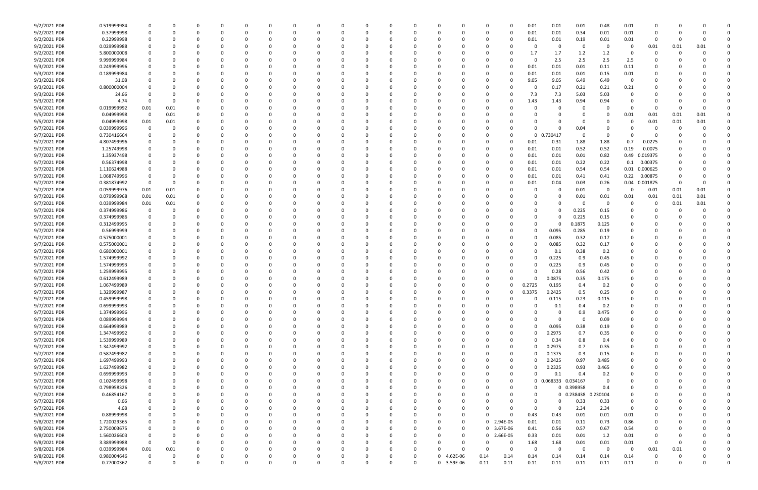| | | | | | | | | | | | | | | | | | | | | | | | | | | |
|---|---|---|---|---|---|---|---|---|---|---|---|---|---|---|---|---|---|---|---|---|---|---|---|---|---|---|
| 9/2/2021 PDR | 0.519999984 | 0 | 0 | 0 | 0 | 0 | 0 | 0 | 0 | 0 | 0 | 0 | 0 | 0 | 0 | 0 | 0 | 0.01 | 0.01 | 0.01 | 0.48 | 0.01 | 0 | 0 | 0 | 0 |
| 9/2/2021 PDR | 0.37999998 | 0 | 0 | 0 | 0 | 0 | 0 | 0 | 0 | 0 | 0 | 0 | 0 | 0 | 0 | 0 | 0 | 0.01 | 0.01 | 0.34 | 0.01 | 0.01 | 0 | 0 | 0 | 0 |
| 9/2/2021 PDR | 0.22999998 | 0 | 0 | 0 | 0 | 0 | 0 | 0 | 0 | 0 | 0 | 0 | 0 | 0 | 0 | 0 | 0 | 0.01 | 0.01 | 0.19 | 0.01 | 0.01 | 0 | 0 | 0 | 0 |
| 9/2/2021 PDR | 0.029999988 | 0 | 0 | 0 | 0 | 0 | 0 | 0 | 0 | 0 | 0 | 0 | 0 | 0 | 0 | 0 | 0 | 0 | 0 | 0 | 0 | 0 | 0.01 | 0.01 | 0.01 | 0 |
| 9/2/2021 PDR | 5.800000008 | 0 | 0 | 0 | 0 | 0 | 0 | 0 | 0 | 0 | 0 | 0 | 0 | 0 | 0 | 0 | 0 | 1.7 | 1.7 | 1.2 | 1.2 | 0 | 0 | 0 | 0 | 0 |
| 9/2/2021 PDR | 9.999999984 | 0 | 0 | 0 | 0 | 0 | 0 | 0 | 0 | 0 | 0 | 0 | 0 | 0 | 0 | 0 | 0 | 0 | 2.5 | 2.5 | 2.5 | 2.5 | 0 | 0 | 0 | 0 |
| 9/3/2021 PDR | 0.249999996 | 0 | 0 | 0 | 0 | 0 | 0 | 0 | 0 | 0 | 0 | 0 | 0 | 0 | 0 | 0 | 0 | 0.01 | 0.01 | 0.01 | 0.11 | 0.11 | 0 | 0 | 0 | 0 |
| 9/3/2021 PDR | 0.189999984 | 0 | 0 | 0 | 0 | 0 | 0 | 0 | 0 | 0 | 0 | 0 | 0 | 0 | 0 | 0 | 0 | 0.01 | 0.01 | 0.01 | 0.15 | 0.01 | 0 | 0 | 0 | 0 |
| 9/3/2021 PDR | 31.08 | 0 | 0 | 0 | 0 | 0 | 0 | 0 | 0 | 0 | 0 | 0 | 0 | 0 | 0 | 0 | 0 | 9.05 | 9.05 | 6.49 | 6.49 | 0 | 0 | 0 | 0 | 0 |
| 9/3/2021 PDR | 0.800000004 | 0 | 0 | 0 | 0 | 0 | 0 | 0 | 0 | 0 | 0 | 0 | 0 | 0 | 0 | 0 | 0 | 0 | 0.17 | 0.21 | 0.21 | 0.21 | 0 | 0 | 0 | 0 |
| 9/3/2021 PDR | 24.66 | 0 | 0 | 0 | 0 | 0 | 0 | 0 | 0 | 0 | 0 | 0 | 0 | 0 | 0 | 0 | 0 | 7.3 | 7.3 | 5.03 | 5.03 | 0 | 0 | 0 | 0 | 0 |
| 9/3/2021 PDR | 4.74 | 0 | 0 | 0 | 0 | 0 | 0 | 0 | 0 | 0 | 0 | 0 | 0 | 0 | 0 | 0 | 0 | 1.43 | 1.43 | 0.94 | 0.94 | 0 | 0 | 0 | 0 | 0 |
| 9/4/2021 PDR | 0.019999992 | 0.01 | 0.01 | 0 | 0 | 0 | 0 | 0 | 0 | 0 | 0 | 0 | 0 | 0 | 0 | 0 | 0 | 0 | 0 | 0 | 0 | 0 | 0 | 0 | 0 | 0 |
| 9/5/2021 PDR | 0.04999998 | 0 | 0.01 | 0 | 0 | 0 | 0 | 0 | 0 | 0 | 0 | 0 | 0 | 0 | 0 | 0 | 0 | 0 | 0 | 0 | 0 | 0.01 | 0.01 | 0.01 | 0.01 | 0 |
| 9/5/2021 PDR | 0.04999998 | 0.01 | 0.01 | 0 | 0 | 0 | 0 | 0 | 0 | 0 | 0 | 0 | 0 | 0 | 0 | 0 | 0 | 0 | 0 | 0 | 0 | 0 | 0.01 | 0.01 | 0.01 | 0 |
| 9/7/2021 PDR | 0.039999996 | 0 | 0 | 0 | 0 | 0 | 0 | 0 | 0 | 0 | 0 | 0 | 0 | 0 | 0 | 0 | 0 | 0 | 0 | 0.04 | 0 | 0 | 0 | 0 | 0 | 0 |
| 9/7/2021 PDR | 0.730416664 | 0 | 0 | 0 | 0 | 0 | 0 | 0 | 0 | 0 | 0 | 0 | 0 | 0 | 0 | 0 | 0 | 0 | 0.730417 | 0 | 0 | 0 | 0 | 0 | 0 | 0 |
| 9/7/2021 PDR | 4.807499996 | 0 | 0 | 0 | 0 | 0 | 0 | 0 | 0 | 0 | 0 | 0 | 0 | 0 | 0 | 0 | 0 | 0.01 | 0.31 | 1.88 | 1.88 | 0.7 | 0.0275 | 0 | 0 | 0 |
| 9/7/2021 PDR | 1.25749998 | 0 | 0 | 0 | 0 | 0 | 0 | 0 | 0 | 0 | 0 | 0 | 0 | 0 | 0 | 0 | 0 | 0.01 | 0.01 | 0.52 | 0.52 | 0.19 | 0.0075 | 0 | 0 | 0 |
| 9/7/2021 PDR | 1.35937498 | 0 | 0 | 0 | 0 | 0 | 0 | 0 | 0 | 0 | 0 | 0 | 0 | 0 | 0 | 0 | 0 | 0.01 | 0.01 | 0.01 | 0.82 | 0.49 | 0.019375 | 0 | 0 | 0 |
| 9/7/2021 PDR | 0.56374998 | 0 | 0 | 0 | 0 | 0 | 0 | 0 | 0 | 0 | 0 | 0 | 0 | 0 | 0 | 0 | 0 | 0.01 | 0.01 | 0.22 | 0.22 | 0.1 | 0.00375 | 0 | 0 | 0 |
| 9/7/2021 PDR | 1.110624988 | 0 | 0 | 0 | 0 | 0 | 0 | 0 | 0 | 0 | 0 | 0 | 0 | 0 | 0 | 0 | 0 | 0.01 | 0.01 | 0.54 | 0.54 | 0.01 | 0.000625 | 0 | 0 | 0 |
| 9/7/2021 PDR | 1.068749996 | 0 | 0 | 0 | 0 | 0 | 0 | 0 | 0 | 0 | 0 | 0 | 0 | 0 | 0 | 0 | 0 | 0.01 | 0.01 | 0.41 | 0.41 | 0.22 | 0.00875 | 0 | 0 | 0 |
| 9/7/2021 PDR | 0.381874992 | 0 | 0 | 0 | 0 | 0 | 0 | 0 | 0 | 0 | 0 | 0 | 0 | 0 | 0 | 0 | 0 | 0.01 | 0.04 | 0.03 | 0.26 | 0.04 | 0.001875 | 0 | 0 | 0 |
| 9/7/2021 PDR | 0.059999976 | 0.01 | 0.01 | 0 | 0 | 0 | 0 | 0 | 0 | 0 | 0 | 0 | 0 | 0 | 0 | 0 | 0 | 0 | 0 | 0.01 | 0 | 0 | 0.01 | 0.01 | 0.01 | 0 |
| 9/7/2021 PDR | 0.079999968 | 0.01 | 0.01 | 0 | 0 | 0 | 0 | 0 | 0 | 0 | 0 | 0 | 0 | 0 | 0 | 0 | 0 | 0 | 0 | 0.01 | 0.01 | 0.01 | 0.01 | 0.01 | 0.01 | 0 |
| 9/7/2021 PDR | 0.039999984 | 0.01 | 0.01 | 0 | 0 | 0 | 0 | 0 | 0 | 0 | 0 | 0 | 0 | 0 | 0 | 0 | 0 | 0 | 0 | 0 | 0 | 0 | 0 | 0.01 | 0.01 | 0 |
| 9/7/2021 PDR | 0.374999986 | 0 | 0 | 0 | 0 | 0 | 0 | 0 | 0 | 0 | 0 | 0 | 0 | 0 | 0 | 0 | 0 | 0 | 0 | 0.225 | 0.15 | 0 | 0 | 0 | 0 | 0 |
| 9/7/2021 PDR | 0.374999986 | 0 | 0 | 0 | 0 | 0 | 0 | 0 | 0 | 0 | 0 | 0 | 0 | 0 | 0 | 0 | 0 | 0 | 0 | 0.225 | 0.15 | 0 | 0 | 0 | 0 | 0 |
| 9/7/2021 PDR | 0.312499995 | 0 | 0 | 0 | 0 | 0 | 0 | 0 | 0 | 0 | 0 | 0 | 0 | 0 | 0 | 0 | 0 | 0 | 0 | 0.1875 | 0.125 | 0 | 0 | 0 | 0 | 0 |
| 9/7/2021 PDR | 0.56999999 | 0 | 0 | 0 | 0 | 0 | 0 | 0 | 0 | 0 | 0 | 0 | 0 | 0 | 0 | 0 | 0 | 0 | 0.095 | 0.285 | 0.19 | 0 | 0 | 0 | 0 | 0 |
| 9/7/2021 PDR | 0.575000001 | 0 | 0 | 0 | 0 | 0 | 0 | 0 | 0 | 0 | 0 | 0 | 0 | 0 | 0 | 0 | 0 | 0 | 0.085 | 0.32 | 0.17 | 0 | 0 | 0 | 0 | 0 |
| 9/7/2021 PDR | 0.575000001 | 0 | 0 | 0 | 0 | 0 | 0 | 0 | 0 | 0 | 0 | 0 | 0 | 0 | 0 | 0 | 0 | 0 | 0.085 | 0.32 | 0.17 | 0 | 0 | 0 | 0 | 0 |
| 9/7/2021 PDR | 0.680000001 | 0 | 0 | 0 | 0 | 0 | 0 | 0 | 0 | 0 | 0 | 0 | 0 | 0 | 0 | 0 | 0 | 0 | 0.1 | 0.38 | 0.2 | 0 | 0 | 0 | 0 | 0 |
| 9/7/2021 PDR | 1.574999992 | 0 | 0 | 0 | 0 | 0 | 0 | 0 | 0 | 0 | 0 | 0 | 0 | 0 | 0 | 0 | 0 | 0 | 0.225 | 0.9 | 0.45 | 0 | 0 | 0 | 0 | 0 |
| 9/7/2021 PDR | 1.574999993 | 0 | 0 | 0 | 0 | 0 | 0 | 0 | 0 | 0 | 0 | 0 | 0 | 0 | 0 | 0 | 0 | 0 | 0.225 | 0.9 | 0.45 | 0 | 0 | 0 | 0 | 0 |
| 9/7/2021 PDR | 1.259999995 | 0 | 0 | 0 | 0 | 0 | 0 | 0 | 0 | 0 | 0 | 0 | 0 | 0 | 0 | 0 | 0 | 0 | 0.28 | 0.56 | 0.42 | 0 | 0 | 0 | 0 | 0 |
| 9/7/2021 PDR | 0.612499989 | 0 | 0 | 0 | 0 | 0 | 0 | 0 | 0 | 0 | 0 | 0 | 0 | 0 | 0 | 0 | 0 | 0 | 0.0875 | 0.35 | 0.175 | 0 | 0 | 0 | 0 | 0 |
| 9/7/2021 PDR | 1.067499989 | 0 | 0 | 0 | 0 | 0 | 0 | 0 | 0 | 0 | 0 | 0 | 0 | 0 | 0 | 0 | 0 | 0.2725 | 0.195 | 0.4 | 0.2 | 0 | 0 | 0 | 0 | 0 |
| 9/7/2021 PDR | 1.329999987 | 0 | 0 | 0 | 0 | 0 | 0 | 0 | 0 | 0 | 0 | 0 | 0 | 0 | 0 | 0 | 0 | 0.3375 | 0.2425 | 0.5 | 0.25 | 0 | 0 | 0 | 0 | 0 |
| 9/7/2021 PDR | 0.459999998 | 0 | 0 | 0 | 0 | 0 | 0 | 0 | 0 | 0 | 0 | 0 | 0 | 0 | 0 | 0 | 0 | 0 | 0.115 | 0.23 | 0.115 | 0 | 0 | 0 | 0 | 0 |
| 9/7/2021 PDR | 0.699999993 | 0 | 0 | 0 | 0 | 0 | 0 | 0 | 0 | 0 | 0 | 0 | 0 | 0 | 0 | 0 | 0 | 0 | 0.1 | 0.4 | 0.2 | 0 | 0 | 0 | 0 | 0 |
| 9/7/2021 PDR | 1.374999996 | 0 | 0 | 0 | 0 | 0 | 0 | 0 | 0 | 0 | 0 | 0 | 0 | 0 | 0 | 0 | 0 | 0 | 0 | 0.9 | 0.475 | 0 | 0 | 0 | 0 | 0 |
| 9/7/2021 PDR | 0.089999994 | 0 | 0 | 0 | 0 | 0 | 0 | 0 | 0 | 0 | 0 | 0 | 0 | 0 | 0 | 0 | 0 | 0 | 0 | 0 | 0.09 | 0 | 0 | 0 | 0 | 0 |
| 9/7/2021 PDR | 0.664999989 | 0 | 0 | 0 | 0 | 0 | 0 | 0 | 0 | 0 | 0 | 0 | 0 | 0 | 0 | 0 | 0 | 0 | 0.095 | 0.38 | 0.19 | 0 | 0 | 0 | 0 | 0 |
| 9/7/2021 PDR | 1.347499992 | 0 | 0 | 0 | 0 | 0 | 0 | 0 | 0 | 0 | 0 | 0 | 0 | 0 | 0 | 0 | 0 | 0 | 0.2975 | 0.7 | 0.35 | 0 | 0 | 0 | 0 | 0 |
| 9/7/2021 PDR | 1.539999989 | 0 | 0 | 0 | 0 | 0 | 0 | 0 | 0 | 0 | 0 | 0 | 0 | 0 | 0 | 0 | 0 | 0 | 0.34 | 0.8 | 0.4 | 0 | 0 | 0 | 0 | 0 |
| 9/7/2021 PDR | 1.347499992 | 0 | 0 | 0 | 0 | 0 | 0 | 0 | 0 | 0 | 0 | 0 | 0 | 0 | 0 | 0 | 0 | 0 | 0.2975 | 0.7 | 0.35 | 0 | 0 | 0 | 0 | 0 |
| 9/7/2021 PDR | 0.587499982 | 0 | 0 | 0 | 0 | 0 | 0 | 0 | 0 | 0 | 0 | 0 | 0 | 0 | 0 | 0 | 0 | 0 | 0.1375 | 0.3 | 0.15 | 0 | 0 | 0 | 0 | 0 |
| 9/7/2021 PDR | 1.697499993 | 0 | 0 | 0 | 0 | 0 | 0 | 0 | 0 | 0 | 0 | 0 | 0 | 0 | 0 | 0 | 0 | 0 | 0.2425 | 0.97 | 0.485 | 0 | 0 | 0 | 0 | 0 |
| 9/7/2021 PDR | 1.627499982 | 0 | 0 | 0 | 0 | 0 | 0 | 0 | 0 | 0 | 0 | 0 | 0 | 0 | 0 | 0 | 0 | 0 | 0.2325 | 0.93 | 0.465 | 0 | 0 | 0 | 0 | 0 |
| 9/7/2021 PDR | 0.699999993 | 0 | 0 | 0 | 0 | 0 | 0 | 0 | 0 | 0 | 0 | 0 | 0 | 0 | 0 | 0 | 0 | 0 | 0.1 | 0.4 | 0.2 | 0 | 0 | 0 | 0 | 0 |
| 9/7/2021 PDR | 0.102499998 | 0 | 0 | 0 | 0 | 0 | 0 | 0 | 0 | 0 | 0 | 0 | 0 | 0 | 0 | 0 | 0 | 0 | 0.068333 | 0.034167 | 0 | 0 | 0 | 0 | 0 | 0 |
| 9/7/2021 PDR | 0.798958326 | 0 | 0 | 0 | 0 | 0 | 0 | 0 | 0 | 0 | 0 | 0 | 0 | 0 | 0 | 0 | 0 | 0 | 0 | 0.398958 | 0.4 | 0 | 0 | 0 | 0 | 0 |
| 9/7/2021 PDR | 0.46854167 | 0 | 0 | 0 | 0 | 0 | 0 | 0 | 0 | 0 | 0 | 0 | 0 | 0 | 0 | 0 | 0 | 0 | 0 | 0.238438 | 0.230104 | 0 | 0 | 0 | 0 | 0 |
| 9/7/2021 PDR | 0.66 | 0 | 0 | 0 | 0 | 0 | 0 | 0 | 0 | 0 | 0 | 0 | 0 | 0 | 0 | 0 | 0 | 0 | 0 | 0.33 | 0.33 | 0 | 0 | 0 | 0 | 0 |
| 9/7/2021 PDR | 4.68 | 0 | 0 | 0 | 0 | 0 | 0 | 0 | 0 | 0 | 0 | 0 | 0 | 0 | 0 | 0 | 0 | 0 | 0 | 2.34 | 2.34 | 0 | 0 | 0 | 0 | 0 |
| 9/8/2021 PDR | 0.88999998 | 0 | 0 | 0 | 0 | 0 | 0 | 0 | 0 | 0 | 0 | 0 | 0 | 0 | 0 | 0 | 0 | 0.43 | 0.43 | 0.01 | 0.01 | 0.01 | 0 | 0 | 0 | 0 |
| 9/8/2021 PDR | 1.720029365 | 0 | 0 | 0 | 0 | 0 | 0 | 0 | 0 | 0 | 0 | 0 | 0 | 0 | 0 | 0 | 2.94E-05 | 0.01 | 0.01 | 0.11 | 0.73 | 0.86 | 0 | 0 | 0 | 0 |
| 9/8/2021 PDR | 2.750003675 | 0 | 0 | 0 | 0 | 0 | 0 | 0 | 0 | 0 | 0 | 0 | 0 | 0 | 0 | 0 | 3.67E-06 | 0.41 | 0.56 | 0.57 | 0.67 | 0.54 | 0 | 0 | 0 | 0 |
| 9/8/2021 PDR | 1.560026603 | 0 | 0 | 0 | 0 | 0 | 0 | 0 | 0 | 0 | 0 | 0 | 0 | 0 | 0 | 0 | 2.66E-05 | 0.33 | 0.01 | 0.01 | 1.2 | 0.01 | 0 | 0 | 0 | 0 |
| 9/8/2021 PDR | 3.389999988 | 0 | 0 | 0 | 0 | 0 | 0 | 0 | 0 | 0 | 0 | 0 | 0 | 0 | 0 | 0 | 0 | 1.68 | 1.68 | 0.01 | 0.01 | 0.01 | 0 | 0 | 0 | 0 |
| 9/8/2021 PDR | 0.039999984 | 0.01 | 0.01 | 0 | 0 | 0 | 0 | 0 | 0 | 0 | 0 | 0 | 0 | 0 | 0 | 0 | 0 | 0 | 0 | 0 | 0 | 0 | 0.01 | 0.01 | 0 | 0 |
| 9/8/2021 PDR | 0.980004646 | 0 | 0 | 0 | 0 | 0 | 0 | 0 | 0 | 0 | 0 | 0 | 0 | 0 | 4.62E-06 | 0.14 | 0.14 | 0.14 | 0.14 | 0.14 | 0.14 | 0.14 | 0 | 0 | 0 | 0 |
| 9/8/2021 PDR | 0.77000362 | 0 | 0 | 0 | 0 | 0 | 0 | 0 | 0 | 0 | 0 | 0 | 0 | 0 | 3.59E-06 | 0.11 | 0.11 | 0.11 | 0.11 | 0.11 | 0.11 | 0.11 | 0 | 0 | 0 | 0 |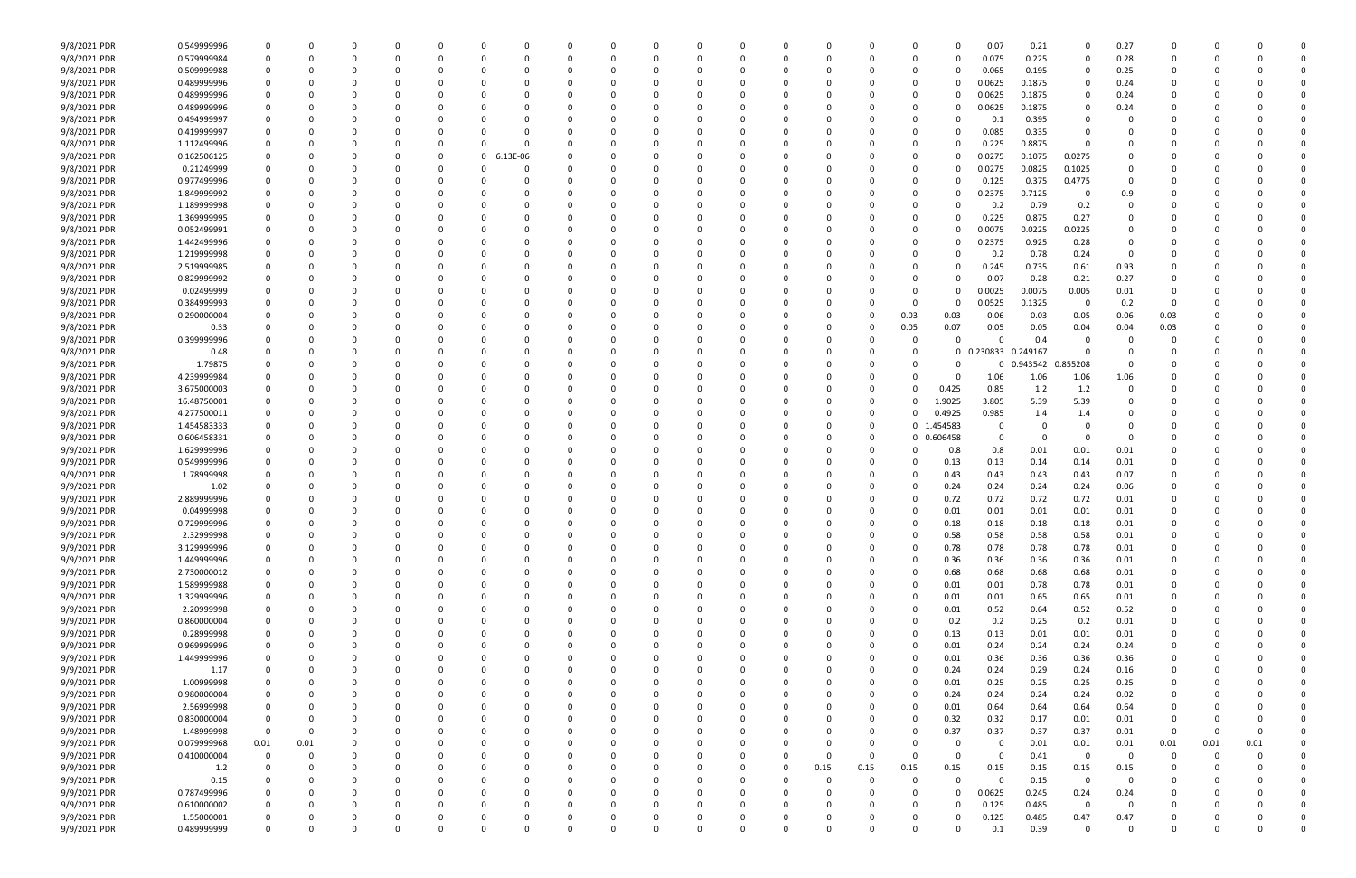| | | | | | | | | | | | | | | | | | | | | | | | | | | |
|---|---|---|---|---|---|---|---|---|---|---|---|---|---|---|---|---|---|---|---|---|---|---|---|---|---|---|
| 9/8/2021 PDR | 0.549999996 | 0 | 0 | 0 | 0 | 0 | 0 | 0 | 0 | 0 | 0 | 0 | 0 | 0 | 0 | 0 | 0 | 0 | 0.07 | 0.21 | 0 | 0.27 | 0 | 0 | 0 | 0 |
| 9/8/2021 PDR | 0.579999984 | 0 | 0 | 0 | 0 | 0 | 0 | 0 | 0 | 0 | 0 | 0 | 0 | 0 | 0 | 0 | 0 | 0 | 0.075 | 0.225 | 0 | 0.28 | 0 | 0 | 0 | 0 |
| 9/8/2021 PDR | 0.509999988 | 0 | 0 | 0 | 0 | 0 | 0 | 0 | 0 | 0 | 0 | 0 | 0 | 0 | 0 | 0 | 0 | 0 | 0.065 | 0.195 | 0 | 0.25 | 0 | 0 | 0 | 0 |
| 9/8/2021 PDR | 0.489999996 | 0 | 0 | 0 | 0 | 0 | 0 | 0 | 0 | 0 | 0 | 0 | 0 | 0 | 0 | 0 | 0 | 0 | 0.0625 | 0.1875 | 0 | 0.24 | 0 | 0 | 0 | 0 |
| 9/8/2021 PDR | 0.489999996 | 0 | 0 | 0 | 0 | 0 | 0 | 0 | 0 | 0 | 0 | 0 | 0 | 0 | 0 | 0 | 0 | 0 | 0.0625 | 0.1875 | 0 | 0.24 | 0 | 0 | 0 | 0 |
| 9/8/2021 PDR | 0.489999996 | 0 | 0 | 0 | 0 | 0 | 0 | 0 | 0 | 0 | 0 | 0 | 0 | 0 | 0 | 0 | 0 | 0 | 0.0625 | 0.1875 | 0 | 0.24 | 0 | 0 | 0 | 0 |
| 9/8/2021 PDR | 0.494999997 | 0 | 0 | 0 | 0 | 0 | 0 | 0 | 0 | 0 | 0 | 0 | 0 | 0 | 0 | 0 | 0 | 0 | 0.1 | 0.395 | 0 | 0 | 0 | 0 | 0 | 0 |
| 9/8/2021 PDR | 0.419999997 | 0 | 0 | 0 | 0 | 0 | 0 | 0 | 0 | 0 | 0 | 0 | 0 | 0 | 0 | 0 | 0 | 0 | 0.085 | 0.335 | 0 | 0 | 0 | 0 | 0 | 0 |
| 9/8/2021 PDR | 1.112499996 | 0 | 0 | 0 | 0 | 0 | 0 | 0 | 0 | 0 | 0 | 0 | 0 | 0 | 0 | 0 | 0 | 0 | 0.225 | 0.8875 | 0 | 0 | 0 | 0 | 0 | 0 |
| 9/8/2021 PDR | 0.162506125 | 0 | 0 | 0 | 0 | 0 | 0 | 6.13E-06 | 0 | 0 | 0 | 0 | 0 | 0 | 0 | 0 | 0 | 0 | 0.0275 | 0.1075 | 0.0275 | 0 | 0 | 0 | 0 | 0 |
| 9/8/2021 PDR | 0.21249999 | 0 | 0 | 0 | 0 | 0 | 0 | 0 | 0 | 0 | 0 | 0 | 0 | 0 | 0 | 0 | 0 | 0 | 0.0275 | 0.0825 | 0.1025 | 0 | 0 | 0 | 0 | 0 |
| 9/8/2021 PDR | 0.977499996 | 0 | 0 | 0 | 0 | 0 | 0 | 0 | 0 | 0 | 0 | 0 | 0 | 0 | 0 | 0 | 0 | 0 | 0.125 | 0.375 | 0.4775 | 0 | 0 | 0 | 0 | 0 |
| 9/8/2021 PDR | 1.849999992 | 0 | 0 | 0 | 0 | 0 | 0 | 0 | 0 | 0 | 0 | 0 | 0 | 0 | 0 | 0 | 0 | 0 | 0.2375 | 0.7125 | 0 | 0.9 | 0 | 0 | 0 | 0 |
| 9/8/2021 PDR | 1.189999998 | 0 | 0 | 0 | 0 | 0 | 0 | 0 | 0 | 0 | 0 | 0 | 0 | 0 | 0 | 0 | 0 | 0 | 0.2 | 0.79 | 0.2 | 0 | 0 | 0 | 0 | 0 |
| 9/8/2021 PDR | 1.369999995 | 0 | 0 | 0 | 0 | 0 | 0 | 0 | 0 | 0 | 0 | 0 | 0 | 0 | 0 | 0 | 0 | 0 | 0.225 | 0.875 | 0.27 | 0 | 0 | 0 | 0 | 0 |
| 9/8/2021 PDR | 0.052499991 | 0 | 0 | 0 | 0 | 0 | 0 | 0 | 0 | 0 | 0 | 0 | 0 | 0 | 0 | 0 | 0 | 0 | 0.0075 | 0.0225 | 0.0225 | 0 | 0 | 0 | 0 | 0 |
| 9/8/2021 PDR | 1.442499996 | 0 | 0 | 0 | 0 | 0 | 0 | 0 | 0 | 0 | 0 | 0 | 0 | 0 | 0 | 0 | 0 | 0 | 0.2375 | 0.925 | 0.28 | 0 | 0 | 0 | 0 | 0 |
| 9/8/2021 PDR | 1.219999998 | 0 | 0 | 0 | 0 | 0 | 0 | 0 | 0 | 0 | 0 | 0 | 0 | 0 | 0 | 0 | 0 | 0 | 0.2 | 0.78 | 0.24 | 0 | 0 | 0 | 0 | 0 |
| 9/8/2021 PDR | 2.519999985 | 0 | 0 | 0 | 0 | 0 | 0 | 0 | 0 | 0 | 0 | 0 | 0 | 0 | 0 | 0 | 0 | 0 | 0.245 | 0.735 | 0.61 | 0.93 | 0 | 0 | 0 | 0 |
| 9/8/2021 PDR | 0.829999992 | 0 | 0 | 0 | 0 | 0 | 0 | 0 | 0 | 0 | 0 | 0 | 0 | 0 | 0 | 0 | 0 | 0 | 0.07 | 0.28 | 0.21 | 0.27 | 0 | 0 | 0 | 0 |
| 9/8/2021 PDR | 0.02499999 | 0 | 0 | 0 | 0 | 0 | 0 | 0 | 0 | 0 | 0 | 0 | 0 | 0 | 0 | 0 | 0 | 0 | 0.0025 | 0.0075 | 0.005 | 0.01 | 0 | 0 | 0 | 0 |
| 9/8/2021 PDR | 0.384999993 | 0 | 0 | 0 | 0 | 0 | 0 | 0 | 0 | 0 | 0 | 0 | 0 | 0 | 0 | 0 | 0 | 0 | 0.0525 | 0.1325 | 0 | 0.2 | 0 | 0 | 0 | 0 |
| 9/8/2021 PDR | 0.290000004 | 0 | 0 | 0 | 0 | 0 | 0 | 0 | 0 | 0 | 0 | 0 | 0 | 0 | 0 | 0 | 0.03 | 0.03 | 0.06 | 0.03 | 0.05 | 0.06 | 0.03 | 0 | 0 | 0 |
| 9/8/2021 PDR | 0.33 | 0 | 0 | 0 | 0 | 0 | 0 | 0 | 0 | 0 | 0 | 0 | 0 | 0 | 0 | 0 | 0.05 | 0.07 | 0.05 | 0.05 | 0.04 | 0.04 | 0.03 | 0 | 0 | 0 |
| 9/8/2021 PDR | 0.399999996 | 0 | 0 | 0 | 0 | 0 | 0 | 0 | 0 | 0 | 0 | 0 | 0 | 0 | 0 | 0 | 0 | 0 | 0 | 0.4 | 0 | 0 | 0 | 0 | 0 | 0 |
| 9/8/2021 PDR | 0.48 | 0 | 0 | 0 | 0 | 0 | 0 | 0 | 0 | 0 | 0 | 0 | 0 | 0 | 0 | 0 | 0 | 0 | 0.230833 | 0.249167 | 0 | 0 | 0 | 0 | 0 | 0 |
| 9/8/2021 PDR | 1.79875 | 0 | 0 | 0 | 0 | 0 | 0 | 0 | 0 | 0 | 0 | 0 | 0 | 0 | 0 | 0 | 0 | 0 | 0 | 0.943542 | 0.855208 | 0 | 0 | 0 | 0 | 0 |
| 9/8/2021 PDR | 4.239999984 | 0 | 0 | 0 | 0 | 0 | 0 | 0 | 0 | 0 | 0 | 0 | 0 | 0 | 0 | 0 | 0 | 0 | 1.06 | 1.06 | 1.06 | 1.06 | 0 | 0 | 0 | 0 |
| 9/8/2021 PDR | 3.675000003 | 0 | 0 | 0 | 0 | 0 | 0 | 0 | 0 | 0 | 0 | 0 | 0 | 0 | 0 | 0 | 0 | 0.425 | 0.85 | 1.2 | 1.2 | 0 | 0 | 0 | 0 | 0 |
| 9/8/2021 PDR | 16.48750001 | 0 | 0 | 0 | 0 | 0 | 0 | 0 | 0 | 0 | 0 | 0 | 0 | 0 | 0 | 0 | 0 | 1.9025 | 3.805 | 5.39 | 5.39 | 0 | 0 | 0 | 0 | 0 |
| 9/8/2021 PDR | 4.277500011 | 0 | 0 | 0 | 0 | 0 | 0 | 0 | 0 | 0 | 0 | 0 | 0 | 0 | 0 | 0 | 0 | 0.4925 | 0.985 | 1.4 | 1.4 | 0 | 0 | 0 | 0 | 0 |
| 9/8/2021 PDR | 1.454583333 | 0 | 0 | 0 | 0 | 0 | 0 | 0 | 0 | 0 | 0 | 0 | 0 | 0 | 0 | 0 | 0 | 1.454583 | 0 | 0 | 0 | 0 | 0 | 0 | 0 | 0 |
| 9/8/2021 PDR | 0.606458331 | 0 | 0 | 0 | 0 | 0 | 0 | 0 | 0 | 0 | 0 | 0 | 0 | 0 | 0 | 0 | 0 | 0.606458 | 0 | 0 | 0 | 0 | 0 | 0 | 0 | 0 |
| 9/9/2021 PDR | 1.629999996 | 0 | 0 | 0 | 0 | 0 | 0 | 0 | 0 | 0 | 0 | 0 | 0 | 0 | 0 | 0 | 0 | 0.8 | 0.8 | 0.01 | 0.01 | 0.01 | 0 | 0 | 0 | 0 |
| 9/9/2021 PDR | 0.549999996 | 0 | 0 | 0 | 0 | 0 | 0 | 0 | 0 | 0 | 0 | 0 | 0 | 0 | 0 | 0 | 0 | 0.13 | 0.13 | 0.14 | 0.14 | 0.01 | 0 | 0 | 0 | 0 |
| 9/9/2021 PDR | 1.78999998 | 0 | 0 | 0 | 0 | 0 | 0 | 0 | 0 | 0 | 0 | 0 | 0 | 0 | 0 | 0 | 0 | 0.43 | 0.43 | 0.43 | 0.43 | 0.07 | 0 | 0 | 0 | 0 |
| 9/9/2021 PDR | 1.02 | 0 | 0 | 0 | 0 | 0 | 0 | 0 | 0 | 0 | 0 | 0 | 0 | 0 | 0 | 0 | 0 | 0.24 | 0.24 | 0.24 | 0.24 | 0.06 | 0 | 0 | 0 | 0 |
| 9/9/2021 PDR | 2.889999996 | 0 | 0 | 0 | 0 | 0 | 0 | 0 | 0 | 0 | 0 | 0 | 0 | 0 | 0 | 0 | 0 | 0.72 | 0.72 | 0.72 | 0.72 | 0.01 | 0 | 0 | 0 | 0 |
| 9/9/2021 PDR | 0.04999998 | 0 | 0 | 0 | 0 | 0 | 0 | 0 | 0 | 0 | 0 | 0 | 0 | 0 | 0 | 0 | 0 | 0.01 | 0.01 | 0.01 | 0.01 | 0.01 | 0 | 0 | 0 | 0 |
| 9/9/2021 PDR | 0.729999996 | 0 | 0 | 0 | 0 | 0 | 0 | 0 | 0 | 0 | 0 | 0 | 0 | 0 | 0 | 0 | 0 | 0.18 | 0.18 | 0.18 | 0.18 | 0.01 | 0 | 0 | 0 | 0 |
| 9/9/2021 PDR | 2.32999998 | 0 | 0 | 0 | 0 | 0 | 0 | 0 | 0 | 0 | 0 | 0 | 0 | 0 | 0 | 0 | 0 | 0.58 | 0.58 | 0.58 | 0.58 | 0.01 | 0 | 0 | 0 | 0 |
| 9/9/2021 PDR | 3.129999996 | 0 | 0 | 0 | 0 | 0 | 0 | 0 | 0 | 0 | 0 | 0 | 0 | 0 | 0 | 0 | 0 | 0.78 | 0.78 | 0.78 | 0.78 | 0.01 | 0 | 0 | 0 | 0 |
| 9/9/2021 PDR | 1.449999996 | 0 | 0 | 0 | 0 | 0 | 0 | 0 | 0 | 0 | 0 | 0 | 0 | 0 | 0 | 0 | 0 | 0.36 | 0.36 | 0.36 | 0.36 | 0.01 | 0 | 0 | 0 | 0 |
| 9/9/2021 PDR | 2.730000012 | 0 | 0 | 0 | 0 | 0 | 0 | 0 | 0 | 0 | 0 | 0 | 0 | 0 | 0 | 0 | 0 | 0.68 | 0.68 | 0.68 | 0.68 | 0.01 | 0 | 0 | 0 | 0 |
| 9/9/2021 PDR | 1.589999988 | 0 | 0 | 0 | 0 | 0 | 0 | 0 | 0 | 0 | 0 | 0 | 0 | 0 | 0 | 0 | 0 | 0.01 | 0.01 | 0.78 | 0.78 | 0.01 | 0 | 0 | 0 | 0 |
| 9/9/2021 PDR | 1.329999996 | 0 | 0 | 0 | 0 | 0 | 0 | 0 | 0 | 0 | 0 | 0 | 0 | 0 | 0 | 0 | 0 | 0.01 | 0.01 | 0.65 | 0.65 | 0.01 | 0 | 0 | 0 | 0 |
| 9/9/2021 PDR | 2.20999998 | 0 | 0 | 0 | 0 | 0 | 0 | 0 | 0 | 0 | 0 | 0 | 0 | 0 | 0 | 0 | 0 | 0.01 | 0.52 | 0.64 | 0.52 | 0.52 | 0 | 0 | 0 | 0 |
| 9/9/2021 PDR | 0.860000004 | 0 | 0 | 0 | 0 | 0 | 0 | 0 | 0 | 0 | 0 | 0 | 0 | 0 | 0 | 0 | 0 | 0.2 | 0.2 | 0.25 | 0.2 | 0.01 | 0 | 0 | 0 | 0 |
| 9/9/2021 PDR | 0.28999998 | 0 | 0 | 0 | 0 | 0 | 0 | 0 | 0 | 0 | 0 | 0 | 0 | 0 | 0 | 0 | 0 | 0.13 | 0.13 | 0.01 | 0.01 | 0.01 | 0 | 0 | 0 | 0 |
| 9/9/2021 PDR | 0.969999996 | 0 | 0 | 0 | 0 | 0 | 0 | 0 | 0 | 0 | 0 | 0 | 0 | 0 | 0 | 0 | 0 | 0.01 | 0.24 | 0.24 | 0.24 | 0.24 | 0 | 0 | 0 | 0 |
| 9/9/2021 PDR | 1.449999996 | 0 | 0 | 0 | 0 | 0 | 0 | 0 | 0 | 0 | 0 | 0 | 0 | 0 | 0 | 0 | 0 | 0.01 | 0.36 | 0.36 | 0.36 | 0.36 | 0 | 0 | 0 | 0 |
| 9/9/2021 PDR | 1.17 | 0 | 0 | 0 | 0 | 0 | 0 | 0 | 0 | 0 | 0 | 0 | 0 | 0 | 0 | 0 | 0 | 0.24 | 0.24 | 0.29 | 0.24 | 0.16 | 0 | 0 | 0 | 0 |
| 9/9/2021 PDR | 1.00999998 | 0 | 0 | 0 | 0 | 0 | 0 | 0 | 0 | 0 | 0 | 0 | 0 | 0 | 0 | 0 | 0 | 0.01 | 0.25 | 0.25 | 0.25 | 0.25 | 0 | 0 | 0 | 0 |
| 9/9/2021 PDR | 0.980000004 | 0 | 0 | 0 | 0 | 0 | 0 | 0 | 0 | 0 | 0 | 0 | 0 | 0 | 0 | 0 | 0 | 0.24 | 0.24 | 0.24 | 0.24 | 0.02 | 0 | 0 | 0 | 0 |
| 9/9/2021 PDR | 2.56999998 | 0 | 0 | 0 | 0 | 0 | 0 | 0 | 0 | 0 | 0 | 0 | 0 | 0 | 0 | 0 | 0 | 0.01 | 0.64 | 0.64 | 0.64 | 0.64 | 0 | 0 | 0 | 0 |
| 9/9/2021 PDR | 0.830000004 | 0 | 0 | 0 | 0 | 0 | 0 | 0 | 0 | 0 | 0 | 0 | 0 | 0 | 0 | 0 | 0 | 0.32 | 0.32 | 0.17 | 0.01 | 0.01 | 0 | 0 | 0 | 0 |
| 9/9/2021 PDR | 1.48999998 | 0 | 0 | 0 | 0 | 0 | 0 | 0 | 0 | 0 | 0 | 0 | 0 | 0 | 0 | 0 | 0 | 0.37 | 0.37 | 0.37 | 0.37 | 0.01 | 0 | 0 | 0 | 0 |
| 9/9/2021 PDR | 0.079999968 | 0.01 | 0.01 | 0 | 0 | 0 | 0 | 0 | 0 | 0 | 0 | 0 | 0 | 0 | 0 | 0 | 0 | 0 | 0 | 0.01 | 0.01 | 0.01 | 0.01 | 0.01 | 0.01 | 0 |
| 9/9/2021 PDR | 0.410000004 | 0 | 0 | 0 | 0 | 0 | 0 | 0 | 0 | 0 | 0 | 0 | 0 | 0 | 0 | 0 | 0 | 0 | 0 | 0.41 | 0 | 0 | 0 | 0 | 0 | 0 |
| 9/9/2021 PDR | 1.2 | 0 | 0 | 0 | 0 | 0 | 0 | 0 | 0 | 0 | 0 | 0 | 0 | 0 | 0.15 | 0.15 | 0.15 | 0.15 | 0.15 | 0.15 | 0.15 | 0.15 | 0 | 0 | 0 | 0 |
| 9/9/2021 PDR | 0.15 | 0 | 0 | 0 | 0 | 0 | 0 | 0 | 0 | 0 | 0 | 0 | 0 | 0 | 0 | 0 | 0 | 0 | 0 | 0.15 | 0 | 0 | 0 | 0 | 0 | 0 |
| 9/9/2021 PDR | 0.787499996 | 0 | 0 | 0 | 0 | 0 | 0 | 0 | 0 | 0 | 0 | 0 | 0 | 0 | 0 | 0 | 0 | 0 | 0.0625 | 0.245 | 0.24 | 0.24 | 0 | 0 | 0 | 0 |
| 9/9/2021 PDR | 0.610000002 | 0 | 0 | 0 | 0 | 0 | 0 | 0 | 0 | 0 | 0 | 0 | 0 | 0 | 0 | 0 | 0 | 0 | 0.125 | 0.485 | 0 | 0 | 0 | 0 | 0 | 0 |
| 9/9/2021 PDR | 1.55000001 | 0 | 0 | 0 | 0 | 0 | 0 | 0 | 0 | 0 | 0 | 0 | 0 | 0 | 0 | 0 | 0 | 0 | 0.125 | 0.485 | 0.47 | 0.47 | 0 | 0 | 0 | 0 |
| 9/9/2021 PDR | 0.489999999 | 0 | 0 | 0 | 0 | 0 | 0 | 0 | 0 | 0 | 0 | 0 | 0 | 0 | 0 | 0 | 0 | 0 | 0.1 | 0.39 | 0 | 0 | 0 | 0 | 0 | 0 |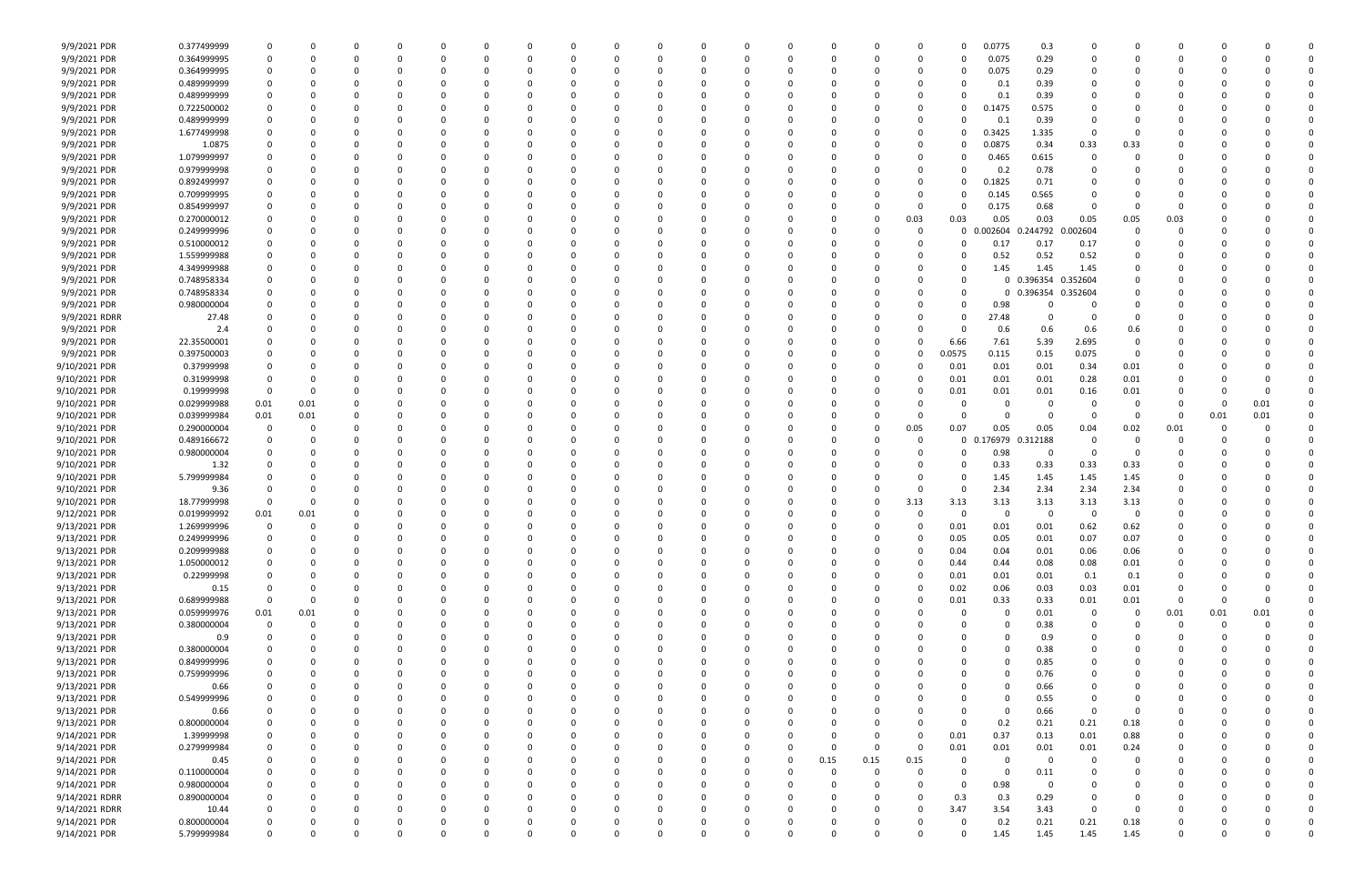| | | | | | | | | | | | | | | | | | | | | | | | | | | |
|---|---|---|---|---|---|---|---|---|---|---|---|---|---|---|---|---|---|---|---|---|---|---|---|---|---|---|
| 9/9/2021 PDR | 0.377499999 | 0 | 0 | 0 | 0 | 0 | 0 | 0 | 0 | 0 | 0 | 0 | 0 | 0 | 0 | 0 | 0 | 0.0775 | 0.3 | 0 | 0 | 0 | 0 | 0 | 0 | 0 |
| 9/9/2021 PDR | 0.364999995 | 0 | 0 | 0 | 0 | 0 | 0 | 0 | 0 | 0 | 0 | 0 | 0 | 0 | 0 | 0 | 0 | 0.075 | 0.29 | 0 | 0 | 0 | 0 | 0 | 0 | 0 |
| 9/9/2021 PDR | 0.364999995 | 0 | 0 | 0 | 0 | 0 | 0 | 0 | 0 | 0 | 0 | 0 | 0 | 0 | 0 | 0 | 0 | 0.075 | 0.29 | 0 | 0 | 0 | 0 | 0 | 0 | 0 |
| 9/9/2021 PDR | 0.489999999 | 0 | 0 | 0 | 0 | 0 | 0 | 0 | 0 | 0 | 0 | 0 | 0 | 0 | 0 | 0 | 0 | 0.1 | 0.39 | 0 | 0 | 0 | 0 | 0 | 0 | 0 |
| 9/9/2021 PDR | 0.489999999 | 0 | 0 | 0 | 0 | 0 | 0 | 0 | 0 | 0 | 0 | 0 | 0 | 0 | 0 | 0 | 0 | 0.1 | 0.39 | 0 | 0 | 0 | 0 | 0 | 0 | 0 |
| 9/9/2021 PDR | 0.722500002 | 0 | 0 | 0 | 0 | 0 | 0 | 0 | 0 | 0 | 0 | 0 | 0 | 0 | 0 | 0 | 0 | 0.1475 | 0.575 | 0 | 0 | 0 | 0 | 0 | 0 | 0 |
| 9/9/2021 PDR | 0.489999999 | 0 | 0 | 0 | 0 | 0 | 0 | 0 | 0 | 0 | 0 | 0 | 0 | 0 | 0 | 0 | 0 | 0.1 | 0.39 | 0 | 0 | 0 | 0 | 0 | 0 | 0 |
| 9/9/2021 PDR | 1.677499998 | 0 | 0 | 0 | 0 | 0 | 0 | 0 | 0 | 0 | 0 | 0 | 0 | 0 | 0 | 0 | 0 | 0.3425 | 1.335 | 0 | 0 | 0 | 0 | 0 | 0 | 0 |
| 9/9/2021 PDR | 1.0875 | 0 | 0 | 0 | 0 | 0 | 0 | 0 | 0 | 0 | 0 | 0 | 0 | 0 | 0 | 0 | 0 | 0.0875 | 0.34 | 0.33 | 0.33 | 0 | 0 | 0 | 0 | 0 |
| 9/9/2021 PDR | 1.079999997 | 0 | 0 | 0 | 0 | 0 | 0 | 0 | 0 | 0 | 0 | 0 | 0 | 0 | 0 | 0 | 0 | 0.465 | 0.615 | 0 | 0 | 0 | 0 | 0 | 0 | 0 |
| 9/9/2021 PDR | 0.979999998 | 0 | 0 | 0 | 0 | 0 | 0 | 0 | 0 | 0 | 0 | 0 | 0 | 0 | 0 | 0 | 0 | 0.2 | 0.78 | 0 | 0 | 0 | 0 | 0 | 0 | 0 |
| 9/9/2021 PDR | 0.892499997 | 0 | 0 | 0 | 0 | 0 | 0 | 0 | 0 | 0 | 0 | 0 | 0 | 0 | 0 | 0 | 0 | 0.1825 | 0.71 | 0 | 0 | 0 | 0 | 0 | 0 | 0 |
| 9/9/2021 PDR | 0.709999995 | 0 | 0 | 0 | 0 | 0 | 0 | 0 | 0 | 0 | 0 | 0 | 0 | 0 | 0 | 0 | 0 | 0.145 | 0.565 | 0 | 0 | 0 | 0 | 0 | 0 | 0 |
| 9/9/2021 PDR | 0.854999997 | 0 | 0 | 0 | 0 | 0 | 0 | 0 | 0 | 0 | 0 | 0 | 0 | 0 | 0 | 0 | 0 | 0.175 | 0.68 | 0 | 0 | 0 | 0 | 0 | 0 | 0 |
| 9/9/2021 PDR | 0.270000012 | 0 | 0 | 0 | 0 | 0 | 0 | 0 | 0 | 0 | 0 | 0 | 0 | 0 | 0 | 0.03 | 0.03 | 0.05 | 0.03 | 0.05 | 0.05 | 0.03 | 0 | 0 | 0 | 0 |
| 9/9/2021 PDR | 0.249999996 | 0 | 0 | 0 | 0 | 0 | 0 | 0 | 0 | 0 | 0 | 0 | 0 | 0 | 0 | 0 | 0 | 0.002604 | 0.244792 | 0.002604 | 0 | 0 | 0 | 0 | 0 | 0 |
| 9/9/2021 PDR | 0.510000012 | 0 | 0 | 0 | 0 | 0 | 0 | 0 | 0 | 0 | 0 | 0 | 0 | 0 | 0 | 0 | 0 | 0.17 | 0.17 | 0.17 | 0 | 0 | 0 | 0 | 0 | 0 |
| 9/9/2021 PDR | 1.559999988 | 0 | 0 | 0 | 0 | 0 | 0 | 0 | 0 | 0 | 0 | 0 | 0 | 0 | 0 | 0 | 0 | 0.52 | 0.52 | 0.52 | 0 | 0 | 0 | 0 | 0 | 0 |
| 9/9/2021 PDR | 4.349999988 | 0 | 0 | 0 | 0 | 0 | 0 | 0 | 0 | 0 | 0 | 0 | 0 | 0 | 0 | 0 | 0 | 1.45 | 1.45 | 1.45 | 0 | 0 | 0 | 0 | 0 | 0 |
| 9/9/2021 PDR | 0.748958334 | 0 | 0 | 0 | 0 | 0 | 0 | 0 | 0 | 0 | 0 | 0 | 0 | 0 | 0 | 0 | 0 | 0 | 0.396354 | 0.352604 | 0 | 0 | 0 | 0 | 0 | 0 |
| 9/9/2021 PDR | 0.748958334 | 0 | 0 | 0 | 0 | 0 | 0 | 0 | 0 | 0 | 0 | 0 | 0 | 0 | 0 | 0 | 0 | 0 | 0.396354 | 0.352604 | 0 | 0 | 0 | 0 | 0 | 0 |
| 9/9/2021 PDR | 0.980000004 | 0 | 0 | 0 | 0 | 0 | 0 | 0 | 0 | 0 | 0 | 0 | 0 | 0 | 0 | 0 | 0 | 0.98 | 0 | 0 | 0 | 0 | 0 | 0 | 0 | 0 |
| 9/9/2021 RDRR | 27.48 | 0 | 0 | 0 | 0 | 0 | 0 | 0 | 0 | 0 | 0 | 0 | 0 | 0 | 0 | 0 | 0 | 27.48 | 0 | 0 | 0 | 0 | 0 | 0 | 0 | 0 |
| 9/9/2021 PDR | 2.4 | 0 | 0 | 0 | 0 | 0 | 0 | 0 | 0 | 0 | 0 | 0 | 0 | 0 | 0 | 0 | 0 | 0.6 | 0.6 | 0.6 | 0.6 | 0 | 0 | 0 | 0 | 0 |
| 9/9/2021 PDR | 22.35500001 | 0 | 0 | 0 | 0 | 0 | 0 | 0 | 0 | 0 | 0 | 0 | 0 | 0 | 0 | 0 | 6.66 | 7.61 | 5.39 | 2.695 | 0 | 0 | 0 | 0 | 0 | 0 |
| 9/9/2021 PDR | 0.397500003 | 0 | 0 | 0 | 0 | 0 | 0 | 0 | 0 | 0 | 0 | 0 | 0 | 0 | 0 | 0 | 0.0575 | 0.115 | 0.15 | 0.075 | 0 | 0 | 0 | 0 | 0 | 0 |
| 9/10/2021 PDR | 0.37999998 | 0 | 0 | 0 | 0 | 0 | 0 | 0 | 0 | 0 | 0 | 0 | 0 | 0 | 0 | 0 | 0.01 | 0.01 | 0.01 | 0.34 | 0.01 | 0 | 0 | 0 | 0 | 0 |
| 9/10/2021 PDR | 0.31999998 | 0 | 0 | 0 | 0 | 0 | 0 | 0 | 0 | 0 | 0 | 0 | 0 | 0 | 0 | 0 | 0.01 | 0.01 | 0.01 | 0.28 | 0.01 | 0 | 0 | 0 | 0 | 0 |
| 9/10/2021 PDR | 0.19999998 | 0 | 0 | 0 | 0 | 0 | 0 | 0 | 0 | 0 | 0 | 0 | 0 | 0 | 0 | 0 | 0.01 | 0.01 | 0.01 | 0.16 | 0.01 | 0 | 0 | 0 | 0 | 0 |
| 9/10/2021 PDR | 0.029999988 | 0.01 | 0.01 | 0 | 0 | 0 | 0 | 0 | 0 | 0 | 0 | 0 | 0 | 0 | 0 | 0 | 0 | 0 | 0 | 0 | 0 | 0 | 0 | 0 | 0.01 | 0 |
| 9/10/2021 PDR | 0.039999984 | 0.01 | 0.01 | 0 | 0 | 0 | 0 | 0 | 0 | 0 | 0 | 0 | 0 | 0 | 0 | 0 | 0 | 0 | 0 | 0 | 0 | 0 | 0 | 0.01 | 0.01 | 0 |
| 9/10/2021 PDR | 0.290000004 | 0 | 0 | 0 | 0 | 0 | 0 | 0 | 0 | 0 | 0 | 0 | 0 | 0 | 0 | 0.05 | 0.07 | 0.05 | 0.05 | 0.04 | 0.02 | 0.01 | 0 | 0 | 0 | 0 |
| 9/10/2021 PDR | 0.489166672 | 0 | 0 | 0 | 0 | 0 | 0 | 0 | 0 | 0 | 0 | 0 | 0 | 0 | 0 | 0 | 0 | 0.176979 | 0.312188 | 0 | 0 | 0 | 0 | 0 | 0 | 0 |
| 9/10/2021 PDR | 0.980000004 | 0 | 0 | 0 | 0 | 0 | 0 | 0 | 0 | 0 | 0 | 0 | 0 | 0 | 0 | 0 | 0 | 0.98 | 0 | 0 | 0 | 0 | 0 | 0 | 0 | 0 |
| 9/10/2021 PDR | 1.32 | 0 | 0 | 0 | 0 | 0 | 0 | 0 | 0 | 0 | 0 | 0 | 0 | 0 | 0 | 0 | 0 | 0.33 | 0.33 | 0.33 | 0.33 | 0 | 0 | 0 | 0 | 0 |
| 9/10/2021 PDR | 5.799999984 | 0 | 0 | 0 | 0 | 0 | 0 | 0 | 0 | 0 | 0 | 0 | 0 | 0 | 0 | 0 | 0 | 1.45 | 1.45 | 1.45 | 1.45 | 0 | 0 | 0 | 0 | 0 |
| 9/10/2021 PDR | 9.36 | 0 | 0 | 0 | 0 | 0 | 0 | 0 | 0 | 0 | 0 | 0 | 0 | 0 | 0 | 0 | 0 | 2.34 | 2.34 | 2.34 | 2.34 | 0 | 0 | 0 | 0 | 0 |
| 9/10/2021 PDR | 18.77999998 | 0 | 0 | 0 | 0 | 0 | 0 | 0 | 0 | 0 | 0 | 0 | 0 | 0 | 0 | 3.13 | 3.13 | 3.13 | 3.13 | 3.13 | 3.13 | 0 | 0 | 0 | 0 | 0 |
| 9/12/2021 PDR | 0.019999992 | 0.01 | 0.01 | 0 | 0 | 0 | 0 | 0 | 0 | 0 | 0 | 0 | 0 | 0 | 0 | 0 | 0 | 0 | 0 | 0 | 0 | 0 | 0 | 0 | 0 | 0 |
| 9/13/2021 PDR | 1.269999996 | 0 | 0 | 0 | 0 | 0 | 0 | 0 | 0 | 0 | 0 | 0 | 0 | 0 | 0 | 0 | 0.01 | 0.01 | 0.01 | 0.62 | 0.62 | 0 | 0 | 0 | 0 | 0 |
| 9/13/2021 PDR | 0.249999996 | 0 | 0 | 0 | 0 | 0 | 0 | 0 | 0 | 0 | 0 | 0 | 0 | 0 | 0 | 0 | 0.05 | 0.05 | 0.01 | 0.07 | 0.07 | 0 | 0 | 0 | 0 | 0 |
| 9/13/2021 PDR | 0.209999988 | 0 | 0 | 0 | 0 | 0 | 0 | 0 | 0 | 0 | 0 | 0 | 0 | 0 | 0 | 0 | 0.04 | 0.04 | 0.01 | 0.06 | 0.06 | 0 | 0 | 0 | 0 | 0 |
| 9/13/2021 PDR | 1.050000012 | 0 | 0 | 0 | 0 | 0 | 0 | 0 | 0 | 0 | 0 | 0 | 0 | 0 | 0 | 0 | 0.44 | 0.44 | 0.08 | 0.08 | 0.01 | 0 | 0 | 0 | 0 | 0 |
| 9/13/2021 PDR | 0.22999998 | 0 | 0 | 0 | 0 | 0 | 0 | 0 | 0 | 0 | 0 | 0 | 0 | 0 | 0 | 0 | 0.01 | 0.01 | 0.01 | 0.1 | 0.1 | 0 | 0 | 0 | 0 | 0 |
| 9/13/2021 PDR | 0.15 | 0 | 0 | 0 | 0 | 0 | 0 | 0 | 0 | 0 | 0 | 0 | 0 | 0 | 0 | 0 | 0.02 | 0.06 | 0.03 | 0.03 | 0.01 | 0 | 0 | 0 | 0 | 0 |
| 9/13/2021 PDR | 0.689999988 | 0 | 0 | 0 | 0 | 0 | 0 | 0 | 0 | 0 | 0 | 0 | 0 | 0 | 0 | 0 | 0.01 | 0.33 | 0.33 | 0.01 | 0.01 | 0 | 0 | 0 | 0 | 0 |
| 9/13/2021 PDR | 0.059999976 | 0.01 | 0.01 | 0 | 0 | 0 | 0 | 0 | 0 | 0 | 0 | 0 | 0 | 0 | 0 | 0 | 0 | 0 | 0.01 | 0 | 0 | 0 | 0.01 | 0.01 | 0.01 | 0 |
| 9/13/2021 PDR | 0.380000004 | 0 | 0 | 0 | 0 | 0 | 0 | 0 | 0 | 0 | 0 | 0 | 0 | 0 | 0 | 0 | 0 | 0 | 0.38 | 0 | 0 | 0 | 0 | 0 | 0 | 0 |
| 9/13/2021 PDR | 0.9 | 0 | 0 | 0 | 0 | 0 | 0 | 0 | 0 | 0 | 0 | 0 | 0 | 0 | 0 | 0 | 0 | 0 | 0.9 | 0 | 0 | 0 | 0 | 0 | 0 | 0 |
| 9/13/2021 PDR | 0.380000004 | 0 | 0 | 0 | 0 | 0 | 0 | 0 | 0 | 0 | 0 | 0 | 0 | 0 | 0 | 0 | 0 | 0 | 0.38 | 0 | 0 | 0 | 0 | 0 | 0 | 0 |
| 9/13/2021 PDR | 0.849999996 | 0 | 0 | 0 | 0 | 0 | 0 | 0 | 0 | 0 | 0 | 0 | 0 | 0 | 0 | 0 | 0 | 0 | 0.85 | 0 | 0 | 0 | 0 | 0 | 0 | 0 |
| 9/13/2021 PDR | 0.759999996 | 0 | 0 | 0 | 0 | 0 | 0 | 0 | 0 | 0 | 0 | 0 | 0 | 0 | 0 | 0 | 0 | 0 | 0.76 | 0 | 0 | 0 | 0 | 0 | 0 | 0 |
| 9/13/2021 PDR | 0.66 | 0 | 0 | 0 | 0 | 0 | 0 | 0 | 0 | 0 | 0 | 0 | 0 | 0 | 0 | 0 | 0 | 0 | 0.66 | 0 | 0 | 0 | 0 | 0 | 0 | 0 |
| 9/13/2021 PDR | 0.549999996 | 0 | 0 | 0 | 0 | 0 | 0 | 0 | 0 | 0 | 0 | 0 | 0 | 0 | 0 | 0 | 0 | 0 | 0.55 | 0 | 0 | 0 | 0 | 0 | 0 | 0 |
| 9/13/2021 PDR | 0.66 | 0 | 0 | 0 | 0 | 0 | 0 | 0 | 0 | 0 | 0 | 0 | 0 | 0 | 0 | 0 | 0 | 0 | 0.66 | 0 | 0 | 0 | 0 | 0 | 0 | 0 |
| 9/13/2021 PDR | 0.800000004 | 0 | 0 | 0 | 0 | 0 | 0 | 0 | 0 | 0 | 0 | 0 | 0 | 0 | 0 | 0 | 0 | 0.2 | 0.21 | 0.21 | 0.18 | 0 | 0 | 0 | 0 | 0 |
| 9/14/2021 PDR | 1.39999998 | 0 | 0 | 0 | 0 | 0 | 0 | 0 | 0 | 0 | 0 | 0 | 0 | 0 | 0 | 0 | 0.01 | 0.37 | 0.13 | 0.01 | 0.88 | 0 | 0 | 0 | 0 | 0 |
| 9/14/2021 PDR | 0.279999984 | 0 | 0 | 0 | 0 | 0 | 0 | 0 | 0 | 0 | 0 | 0 | 0 | 0 | 0 | 0 | 0.01 | 0.01 | 0.01 | 0.01 | 0.24 | 0 | 0 | 0 | 0 | 0 |
| 9/14/2021 PDR | 0.45 | 0 | 0 | 0 | 0 | 0 | 0 | 0 | 0 | 0 | 0 | 0 | 0 | 0.15 | 0.15 | 0.15 | 0 | 0 | 0 | 0 | 0 | 0 | 0 | 0 | 0 | 0 |
| 9/14/2021 PDR | 0.110000004 | 0 | 0 | 0 | 0 | 0 | 0 | 0 | 0 | 0 | 0 | 0 | 0 | 0 | 0 | 0 | 0 | 0 | 0.11 | 0 | 0 | 0 | 0 | 0 | 0 | 0 |
| 9/14/2021 PDR | 0.980000004 | 0 | 0 | 0 | 0 | 0 | 0 | 0 | 0 | 0 | 0 | 0 | 0 | 0 | 0 | 0 | 0 | 0.98 | 0 | 0 | 0 | 0 | 0 | 0 | 0 | 0 |
| 9/14/2021 RDRR | 0.890000004 | 0 | 0 | 0 | 0 | 0 | 0 | 0 | 0 | 0 | 0 | 0 | 0 | 0 | 0 | 0 | 0.3 | 0.3 | 0.29 | 0 | 0 | 0 | 0 | 0 | 0 | 0 |
| 9/14/2021 RDRR | 10.44 | 0 | 0 | 0 | 0 | 0 | 0 | 0 | 0 | 0 | 0 | 0 | 0 | 0 | 0 | 0 | 3.47 | 3.54 | 3.43 | 0 | 0 | 0 | 0 | 0 | 0 | 0 |
| 9/14/2021 PDR | 0.800000004 | 0 | 0 | 0 | 0 | 0 | 0 | 0 | 0 | 0 | 0 | 0 | 0 | 0 | 0 | 0 | 0 | 0.2 | 0.21 | 0.21 | 0.18 | 0 | 0 | 0 | 0 | 0 |
| 9/14/2021 PDR | 5.799999984 | 0 | 0 | 0 | 0 | 0 | 0 | 0 | 0 | 0 | 0 | 0 | 0 | 0 | 0 | 0 | 0 | 1.45 | 1.45 | 1.45 | 1.45 | 0 | 0 | 0 | 0 | 0 |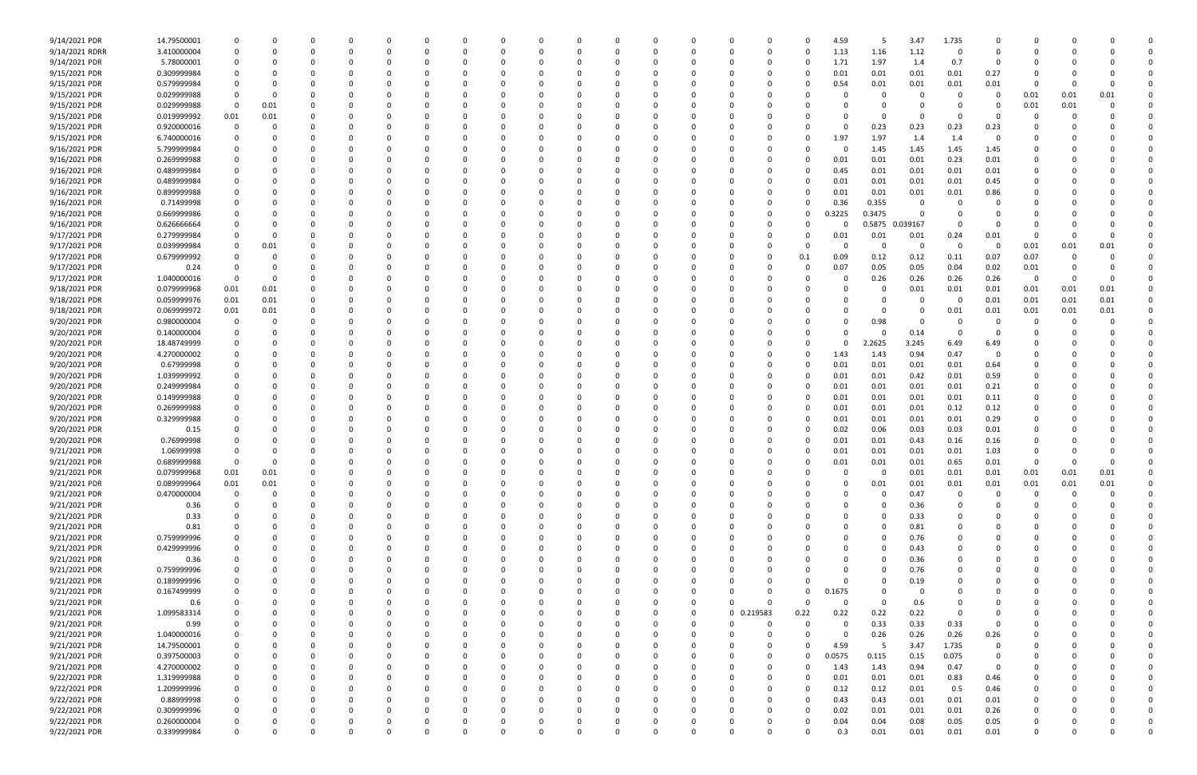| | | | | | | | | | | | | | | | | | | | | | | | | | | |
|---|---|---|---|---|---|---|---|---|---|---|---|---|---|---|---|---|---|---|---|---|---|---|---|---|---|---|
| 9/14/2021 PDR | 14.79500001 | 0 | 0 | 0 | 0 | 0 | 0 | 0 | 0 | 0 | 0 | 0 | 0 | 0 | 0 | 0 | 0 | 4.59 | 5 | 3.47 | 1.735 | 0 | 0 | 0 | 0 | 0 |
| 9/14/2021 RDRR | 3.410000004 | 0 | 0 | 0 | 0 | 0 | 0 | 0 | 0 | 0 | 0 | 0 | 0 | 0 | 0 | 0 | 0 | 1.13 | 1.16 | 1.12 | 0 | 0 | 0 | 0 | 0 | 0 |
| 9/14/2021 PDR | 5.78000001 | 0 | 0 | 0 | 0 | 0 | 0 | 0 | 0 | 0 | 0 | 0 | 0 | 0 | 0 | 0 | 0 | 1.71 | 1.97 | 1.4 | 0.7 | 0 | 0 | 0 | 0 | 0 |
| 9/15/2021 PDR | 0.309999984 | 0 | 0 | 0 | 0 | 0 | 0 | 0 | 0 | 0 | 0 | 0 | 0 | 0 | 0 | 0 | 0 | 0.01 | 0.01 | 0.01 | 0.01 | 0.27 | 0 | 0 | 0 | 0 |
| 9/15/2021 PDR | 0.579999984 | 0 | 0 | 0 | 0 | 0 | 0 | 0 | 0 | 0 | 0 | 0 | 0 | 0 | 0 | 0 | 0 | 0.54 | 0.01 | 0.01 | 0.01 | 0.01 | 0 | 0 | 0 | 0 |
| 9/15/2021 PDR | 0.029999988 | 0 | 0 | 0 | 0 | 0 | 0 | 0 | 0 | 0 | 0 | 0 | 0 | 0 | 0 | 0 | 0 | 0 | 0 | 0 | 0 | 0 | 0.01 | 0.01 | 0.01 | 0 |
| 9/15/2021 PDR | 0.029999988 | 0 | 0.01 | 0 | 0 | 0 | 0 | 0 | 0 | 0 | 0 | 0 | 0 | 0 | 0 | 0 | 0 | 0 | 0 | 0 | 0 | 0 | 0.01 | 0.01 | 0 | 0 |
| 9/15/2021 PDR | 0.019999992 | 0.01 | 0.01 | 0 | 0 | 0 | 0 | 0 | 0 | 0 | 0 | 0 | 0 | 0 | 0 | 0 | 0 | 0 | 0 | 0 | 0 | 0 | 0 | 0 | 0 | 0 |
| 9/15/2021 PDR | 0.920000016 | 0 | 0 | 0 | 0 | 0 | 0 | 0 | 0 | 0 | 0 | 0 | 0 | 0 | 0 | 0 | 0 | 0 | 0.23 | 0.23 | 0.23 | 0.23 | 0 | 0 | 0 | 0 |
| 9/15/2021 PDR | 6.740000016 | 0 | 0 | 0 | 0 | 0 | 0 | 0 | 0 | 0 | 0 | 0 | 0 | 0 | 0 | 0 | 0 | 1.97 | 1.97 | 1.4 | 1.4 | 0 | 0 | 0 | 0 | 0 |
| 9/16/2021 PDR | 5.799999984 | 0 | 0 | 0 | 0 | 0 | 0 | 0 | 0 | 0 | 0 | 0 | 0 | 0 | 0 | 0 | 0 | 0 | 1.45 | 1.45 | 1.45 | 1.45 | 0 | 0 | 0 | 0 |
| 9/16/2021 PDR | 0.269999988 | 0 | 0 | 0 | 0 | 0 | 0 | 0 | 0 | 0 | 0 | 0 | 0 | 0 | 0 | 0 | 0 | 0.01 | 0.01 | 0.01 | 0.23 | 0.01 | 0 | 0 | 0 | 0 |
| 9/16/2021 PDR | 0.489999984 | 0 | 0 | 0 | 0 | 0 | 0 | 0 | 0 | 0 | 0 | 0 | 0 | 0 | 0 | 0 | 0 | 0.45 | 0.01 | 0.01 | 0.01 | 0.01 | 0 | 0 | 0 | 0 |
| 9/16/2021 PDR | 0.489999984 | 0 | 0 | 0 | 0 | 0 | 0 | 0 | 0 | 0 | 0 | 0 | 0 | 0 | 0 | 0 | 0 | 0.01 | 0.01 | 0.01 | 0.01 | 0.45 | 0 | 0 | 0 | 0 |
| 9/16/2021 PDR | 0.899999988 | 0 | 0 | 0 | 0 | 0 | 0 | 0 | 0 | 0 | 0 | 0 | 0 | 0 | 0 | 0 | 0 | 0.01 | 0.01 | 0.01 | 0.01 | 0.86 | 0 | 0 | 0 | 0 |
| 9/16/2021 PDR | 0.71499998 | 0 | 0 | 0 | 0 | 0 | 0 | 0 | 0 | 0 | 0 | 0 | 0 | 0 | 0 | 0 | 0 | 0.36 | 0.355 | 0 | 0 | 0 | 0 | 0 | 0 | 0 |
| 9/16/2021 PDR | 0.669999986 | 0 | 0 | 0 | 0 | 0 | 0 | 0 | 0 | 0 | 0 | 0 | 0 | 0 | 0 | 0 | 0 | 0.3225 | 0.3475 | 0 | 0 | 0 | 0 | 0 | 0 | 0 |
| 9/16/2021 PDR | 0.626666664 | 0 | 0 | 0 | 0 | 0 | 0 | 0 | 0 | 0 | 0 | 0 | 0 | 0 | 0 | 0 | 0 | 0 | 0.5875 | 0.039167 | 0 | 0 | 0 | 0 | 0 | 0 |
| 9/17/2021 PDR | 0.279999984 | 0 | 0 | 0 | 0 | 0 | 0 | 0 | 0 | 0 | 0 | 0 | 0 | 0 | 0 | 0 | 0 | 0.01 | 0.01 | 0.01 | 0.24 | 0.01 | 0 | 0 | 0 | 0 |
| 9/17/2021 PDR | 0.039999984 | 0 | 0.01 | 0 | 0 | 0 | 0 | 0 | 0 | 0 | 0 | 0 | 0 | 0 | 0 | 0 | 0 | 0 | 0 | 0 | 0 | 0 | 0.01 | 0.01 | 0.01 | 0 |
| 9/17/2021 PDR | 0.679999992 | 0 | 0 | 0 | 0 | 0 | 0 | 0 | 0 | 0 | 0 | 0 | 0 | 0 | 0 | 0 | 0.1 | 0.09 | 0.12 | 0.12 | 0.11 | 0.07 | 0.07 | 0 | 0 | 0 |
| 9/17/2021 PDR | 0.24 | 0 | 0 | 0 | 0 | 0 | 0 | 0 | 0 | 0 | 0 | 0 | 0 | 0 | 0 | 0 | 0 | 0.07 | 0.05 | 0.05 | 0.04 | 0.02 | 0.01 | 0 | 0 | 0 |
| 9/17/2021 PDR | 1.040000016 | 0 | 0 | 0 | 0 | 0 | 0 | 0 | 0 | 0 | 0 | 0 | 0 | 0 | 0 | 0 | 0 | 0 | 0.26 | 0.26 | 0.26 | 0.26 | 0 | 0 | 0 | 0 |
| 9/18/2021 PDR | 0.079999968 | 0.01 | 0.01 | 0 | 0 | 0 | 0 | 0 | 0 | 0 | 0 | 0 | 0 | 0 | 0 | 0 | 0 | 0 | 0 | 0.01 | 0.01 | 0.01 | 0.01 | 0.01 | 0.01 | 0 |
| 9/18/2021 PDR | 0.059999976 | 0.01 | 0.01 | 0 | 0 | 0 | 0 | 0 | 0 | 0 | 0 | 0 | 0 | 0 | 0 | 0 | 0 | 0 | 0 | 0 | 0 | 0.01 | 0.01 | 0.01 | 0.01 | 0 |
| 9/18/2021 PDR | 0.069999972 | 0.01 | 0.01 | 0 | 0 | 0 | 0 | 0 | 0 | 0 | 0 | 0 | 0 | 0 | 0 | 0 | 0 | 0 | 0 | 0 | 0.01 | 0.01 | 0.01 | 0.01 | 0.01 | 0 |
| 9/20/2021 PDR | 0.980000004 | 0 | 0 | 0 | 0 | 0 | 0 | 0 | 0 | 0 | 0 | 0 | 0 | 0 | 0 | 0 | 0 | 0 | 0.98 | 0 | 0 | 0 | 0 | 0 | 0 | 0 |
| 9/20/2021 PDR | 0.140000004 | 0 | 0 | 0 | 0 | 0 | 0 | 0 | 0 | 0 | 0 | 0 | 0 | 0 | 0 | 0 | 0 | 0 | 0 | 0.14 | 0 | 0 | 0 | 0 | 0 | 0 |
| 9/20/2021 PDR | 18.48749999 | 0 | 0 | 0 | 0 | 0 | 0 | 0 | 0 | 0 | 0 | 0 | 0 | 0 | 0 | 0 | 0 | 0 | 2.2625 | 3.245 | 6.49 | 6.49 | 0 | 0 | 0 | 0 |
| 9/20/2021 PDR | 4.270000002 | 0 | 0 | 0 | 0 | 0 | 0 | 0 | 0 | 0 | 0 | 0 | 0 | 0 | 0 | 0 | 0 | 1.43 | 1.43 | 0.94 | 0.47 | 0 | 0 | 0 | 0 | 0 |
| 9/20/2021 PDR | 0.67999998 | 0 | 0 | 0 | 0 | 0 | 0 | 0 | 0 | 0 | 0 | 0 | 0 | 0 | 0 | 0 | 0 | 0.01 | 0.01 | 0.01 | 0.01 | 0.64 | 0 | 0 | 0 | 0 |
| 9/20/2021 PDR | 1.039999992 | 0 | 0 | 0 | 0 | 0 | 0 | 0 | 0 | 0 | 0 | 0 | 0 | 0 | 0 | 0 | 0 | 0.01 | 0.01 | 0.42 | 0.01 | 0.59 | 0 | 0 | 0 | 0 |
| 9/20/2021 PDR | 0.249999984 | 0 | 0 | 0 | 0 | 0 | 0 | 0 | 0 | 0 | 0 | 0 | 0 | 0 | 0 | 0 | 0 | 0.01 | 0.01 | 0.01 | 0.01 | 0.21 | 0 | 0 | 0 | 0 |
| 9/20/2021 PDR | 0.149999988 | 0 | 0 | 0 | 0 | 0 | 0 | 0 | 0 | 0 | 0 | 0 | 0 | 0 | 0 | 0 | 0 | 0.01 | 0.01 | 0.01 | 0.01 | 0.11 | 0 | 0 | 0 | 0 |
| 9/20/2021 PDR | 0.269999988 | 0 | 0 | 0 | 0 | 0 | 0 | 0 | 0 | 0 | 0 | 0 | 0 | 0 | 0 | 0 | 0 | 0.01 | 0.01 | 0.01 | 0.12 | 0.12 | 0 | 0 | 0 | 0 |
| 9/20/2021 PDR | 0.329999988 | 0 | 0 | 0 | 0 | 0 | 0 | 0 | 0 | 0 | 0 | 0 | 0 | 0 | 0 | 0 | 0 | 0.01 | 0.01 | 0.01 | 0.01 | 0.29 | 0 | 0 | 0 | 0 |
| 9/20/2021 PDR | 0.15 | 0 | 0 | 0 | 0 | 0 | 0 | 0 | 0 | 0 | 0 | 0 | 0 | 0 | 0 | 0 | 0 | 0.02 | 0.06 | 0.03 | 0.03 | 0.01 | 0 | 0 | 0 | 0 |
| 9/20/2021 PDR | 0.76999998 | 0 | 0 | 0 | 0 | 0 | 0 | 0 | 0 | 0 | 0 | 0 | 0 | 0 | 0 | 0 | 0 | 0.01 | 0.01 | 0.43 | 0.16 | 0.16 | 0 | 0 | 0 | 0 |
| 9/21/2021 PDR | 1.06999998 | 0 | 0 | 0 | 0 | 0 | 0 | 0 | 0 | 0 | 0 | 0 | 0 | 0 | 0 | 0 | 0 | 0.01 | 0.01 | 0.01 | 0.01 | 1.03 | 0 | 0 | 0 | 0 |
| 9/21/2021 PDR | 0.689999988 | 0 | 0 | 0 | 0 | 0 | 0 | 0 | 0 | 0 | 0 | 0 | 0 | 0 | 0 | 0 | 0 | 0.01 | 0.01 | 0.01 | 0.65 | 0.01 | 0 | 0 | 0 | 0 |
| 9/21/2021 PDR | 0.079999968 | 0.01 | 0.01 | 0 | 0 | 0 | 0 | 0 | 0 | 0 | 0 | 0 | 0 | 0 | 0 | 0 | 0 | 0 | 0 | 0.01 | 0.01 | 0.01 | 0.01 | 0.01 | 0.01 | 0 |
| 9/21/2021 PDR | 0.089999964 | 0.01 | 0.01 | 0 | 0 | 0 | 0 | 0 | 0 | 0 | 0 | 0 | 0 | 0 | 0 | 0 | 0 | 0 | 0.01 | 0.01 | 0.01 | 0.01 | 0.01 | 0.01 | 0.01 | 0 |
| 9/21/2021 PDR | 0.470000004 | 0 | 0 | 0 | 0 | 0 | 0 | 0 | 0 | 0 | 0 | 0 | 0 | 0 | 0 | 0 | 0 | 0 | 0 | 0.47 | 0 | 0 | 0 | 0 | 0 | 0 |
| 9/21/2021 PDR | 0.36 | 0 | 0 | 0 | 0 | 0 | 0 | 0 | 0 | 0 | 0 | 0 | 0 | 0 | 0 | 0 | 0 | 0 | 0 | 0.36 | 0 | 0 | 0 | 0 | 0 | 0 |
| 9/21/2021 PDR | 0.33 | 0 | 0 | 0 | 0 | 0 | 0 | 0 | 0 | 0 | 0 | 0 | 0 | 0 | 0 | 0 | 0 | 0 | 0 | 0.33 | 0 | 0 | 0 | 0 | 0 | 0 |
| 9/21/2021 PDR | 0.81 | 0 | 0 | 0 | 0 | 0 | 0 | 0 | 0 | 0 | 0 | 0 | 0 | 0 | 0 | 0 | 0 | 0 | 0 | 0.81 | 0 | 0 | 0 | 0 | 0 | 0 |
| 9/21/2021 PDR | 0.759999996 | 0 | 0 | 0 | 0 | 0 | 0 | 0 | 0 | 0 | 0 | 0 | 0 | 0 | 0 | 0 | 0 | 0 | 0 | 0.76 | 0 | 0 | 0 | 0 | 0 | 0 |
| 9/21/2021 PDR | 0.429999996 | 0 | 0 | 0 | 0 | 0 | 0 | 0 | 0 | 0 | 0 | 0 | 0 | 0 | 0 | 0 | 0 | 0 | 0 | 0.43 | 0 | 0 | 0 | 0 | 0 | 0 |
| 9/21/2021 PDR | 0.36 | 0 | 0 | 0 | 0 | 0 | 0 | 0 | 0 | 0 | 0 | 0 | 0 | 0 | 0 | 0 | 0 | 0 | 0 | 0.36 | 0 | 0 | 0 | 0 | 0 | 0 |
| 9/21/2021 PDR | 0.759999996 | 0 | 0 | 0 | 0 | 0 | 0 | 0 | 0 | 0 | 0 | 0 | 0 | 0 | 0 | 0 | 0 | 0 | 0 | 0.76 | 0 | 0 | 0 | 0 | 0 | 0 |
| 9/21/2021 PDR | 0.189999996 | 0 | 0 | 0 | 0 | 0 | 0 | 0 | 0 | 0 | 0 | 0 | 0 | 0 | 0 | 0 | 0 | 0 | 0 | 0.19 | 0 | 0 | 0 | 0 | 0 | 0 |
| 9/21/2021 PDR | 0.167499999 | 0 | 0 | 0 | 0 | 0 | 0 | 0 | 0 | 0 | 0 | 0 | 0 | 0 | 0 | 0 | 0 | 0.1675 | 0 | 0 | 0 | 0 | 0 | 0 | 0 | 0 |
| 9/21/2021 PDR | 0.6 | 0 | 0 | 0 | 0 | 0 | 0 | 0 | 0 | 0 | 0 | 0 | 0 | 0 | 0 | 0 | 0 | 0 | 0 | 0.6 | 0 | 0 | 0 | 0 | 0 | 0 |
| 9/21/2021 PDR | 1.099583314 | 0 | 0 | 0 | 0 | 0 | 0 | 0 | 0 | 0 | 0 | 0 | 0 | 0 | 0 | 0 | 0.219583 | 0.22 | 0.22 | 0.22 | 0.22 | 0 | 0 | 0 | 0 | 0 |
| 9/21/2021 PDR | 0.99 | 0 | 0 | 0 | 0 | 0 | 0 | 0 | 0 | 0 | 0 | 0 | 0 | 0 | 0 | 0 | 0 | 0 | 0.33 | 0.33 | 0.33 | 0 | 0 | 0 | 0 | 0 |
| 9/21/2021 PDR | 1.040000016 | 0 | 0 | 0 | 0 | 0 | 0 | 0 | 0 | 0 | 0 | 0 | 0 | 0 | 0 | 0 | 0 | 0 | 0.26 | 0.26 | 0.26 | 0.26 | 0 | 0 | 0 | 0 |
| 9/21/2021 PDR | 14.79500001 | 0 | 0 | 0 | 0 | 0 | 0 | 0 | 0 | 0 | 0 | 0 | 0 | 0 | 0 | 0 | 0 | 4.59 | 5 | 3.47 | 1.735 | 0 | 0 | 0 | 0 | 0 |
| 9/21/2021 PDR | 0.397500003 | 0 | 0 | 0 | 0 | 0 | 0 | 0 | 0 | 0 | 0 | 0 | 0 | 0 | 0 | 0 | 0 | 0.0575 | 0.115 | 0.15 | 0.075 | 0 | 0 | 0 | 0 | 0 |
| 9/21/2021 PDR | 4.270000002 | 0 | 0 | 0 | 0 | 0 | 0 | 0 | 0 | 0 | 0 | 0 | 0 | 0 | 0 | 0 | 0 | 1.43 | 1.43 | 0.94 | 0.47 | 0 | 0 | 0 | 0 | 0 |
| 9/22/2021 PDR | 1.319999988 | 0 | 0 | 0 | 0 | 0 | 0 | 0 | 0 | 0 | 0 | 0 | 0 | 0 | 0 | 0 | 0 | 0.01 | 0.01 | 0.01 | 0.83 | 0.46 | 0 | 0 | 0 | 0 |
| 9/22/2021 PDR | 1.209999996 | 0 | 0 | 0 | 0 | 0 | 0 | 0 | 0 | 0 | 0 | 0 | 0 | 0 | 0 | 0 | 0 | 0.12 | 0.12 | 0.01 | 0.5 | 0.46 | 0 | 0 | 0 | 0 |
| 9/22/2021 PDR | 0.88999998 | 0 | 0 | 0 | 0 | 0 | 0 | 0 | 0 | 0 | 0 | 0 | 0 | 0 | 0 | 0 | 0 | 0.43 | 0.43 | 0.01 | 0.01 | 0.01 | 0 | 0 | 0 | 0 |
| 9/22/2021 PDR | 0.309999996 | 0 | 0 | 0 | 0 | 0 | 0 | 0 | 0 | 0 | 0 | 0 | 0 | 0 | 0 | 0 | 0 | 0.02 | 0.01 | 0.01 | 0.01 | 0.26 | 0 | 0 | 0 | 0 |
| 9/22/2021 PDR | 0.260000004 | 0 | 0 | 0 | 0 | 0 | 0 | 0 | 0 | 0 | 0 | 0 | 0 | 0 | 0 | 0 | 0 | 0.04 | 0.04 | 0.08 | 0.05 | 0.05 | 0 | 0 | 0 | 0 |
| 9/22/2021 PDR | 0.339999984 | 0 | 0 | 0 | 0 | 0 | 0 | 0 | 0 | 0 | 0 | 0 | 0 | 0 | 0 | 0 | 0 | 0.3 | 0.01 | 0.01 | 0.01 | 0.01 | 0 | 0 | 0 | 0 |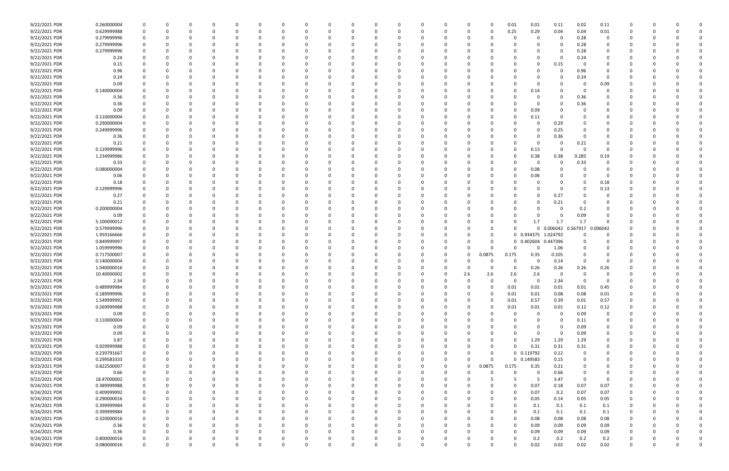| | | | | | | | | | | | | | | | | | | | | | | | | | | | |
|---|---|---|---|---|---|---|---|---|---|---|---|---|---|---|---|---|---|---|---|---|---|---|---|---|---|---|---|
| 9/22/2021 PDR | 0.260000004 | 0 | 0 | 0 | 0 | 0 | 0 | 0 | 0 | 0 | 0 | 0 | 0 | 0 | 0 | 0 | 0 | 0.01 | 0.01 | 0.11 | 0.02 | 0.11 | 0 | 0 | 0 | 0 | 0 |
| 9/22/2021 PDR | 0.629999988 | 0 | 0 | 0 | 0 | 0 | 0 | 0 | 0 | 0 | 0 | 0 | 0 | 0 | 0 | 0 | 0 | 0.25 | 0.29 | 0.04 | 0.04 | 0.01 | 0 | 0 | 0 | 0 | 0 |
| 9/22/2021 PDR | 0.279999996 | 0 | 0 | 0 | 0 | 0 | 0 | 0 | 0 | 0 | 0 | 0 | 0 | 0 | 0 | 0 | 0 | 0 | 0 | 0 | 0.28 | 0 | 0 | 0 | 0 | 0 | 0 |
| 9/22/2021 PDR | 0.279999996 | 0 | 0 | 0 | 0 | 0 | 0 | 0 | 0 | 0 | 0 | 0 | 0 | 0 | 0 | 0 | 0 | 0 | 0 | 0 | 0.28 | 0 | 0 | 0 | 0 | 0 | 0 |
| 9/22/2021 PDR | 0.279999996 | 0 | 0 | 0 | 0 | 0 | 0 | 0 | 0 | 0 | 0 | 0 | 0 | 0 | 0 | 0 | 0 | 0 | 0 | 0 | 0.28 | 0 | 0 | 0 | 0 | 0 | 0 |
| 9/22/2021 PDR | 0.24 | 0 | 0 | 0 | 0 | 0 | 0 | 0 | 0 | 0 | 0 | 0 | 0 | 0 | 0 | 0 | 0 | 0 | 0 | 0 | 0.24 | 0 | 0 | 0 | 0 | 0 | 0 |
| 9/22/2021 PDR | 0.15 | 0 | 0 | 0 | 0 | 0 | 0 | 0 | 0 | 0 | 0 | 0 | 0 | 0 | 0 | 0 | 0 | 0 | 0 | 0.15 | 0 | 0 | 0 | 0 | 0 | 0 | 0 |
| 9/22/2021 PDR | 0.96 | 0 | 0 | 0 | 0 | 0 | 0 | 0 | 0 | 0 | 0 | 0 | 0 | 0 | 0 | 0 | 0 | 0 | 0 | 0 | 0.96 | 0 | 0 | 0 | 0 | 0 | 0 |
| 9/22/2021 PDR | 0.24 | 0 | 0 | 0 | 0 | 0 | 0 | 0 | 0 | 0 | 0 | 0 | 0 | 0 | 0 | 0 | 0 | 0 | 0 | 0 | 0.24 | 0 | 0 | 0 | 0 | 0 | 0 |
| 9/22/2021 PDR | 0.09 | 0 | 0 | 0 | 0 | 0 | 0 | 0 | 0 | 0 | 0 | 0 | 0 | 0 | 0 | 0 | 0 | 0 | 0 | 0 | 0 | 0.09 | 0 | 0 | 0 | 0 | 0 |
| 9/22/2021 PDR | 0.140000004 | 0 | 0 | 0 | 0 | 0 | 0 | 0 | 0 | 0 | 0 | 0 | 0 | 0 | 0 | 0 | 0 | 0 | 0.14 | 0 | 0 | 0 | 0 | 0 | 0 | 0 | 0 |
| 9/22/2021 PDR | 0.36 | 0 | 0 | 0 | 0 | 0 | 0 | 0 | 0 | 0 | 0 | 0 | 0 | 0 | 0 | 0 | 0 | 0 | 0 | 0 | 0.36 | 0 | 0 | 0 | 0 | 0 | 0 |
| 9/22/2021 PDR | 0.36 | 0 | 0 | 0 | 0 | 0 | 0 | 0 | 0 | 0 | 0 | 0 | 0 | 0 | 0 | 0 | 0 | 0 | 0 | 0 | 0.36 | 0 | 0 | 0 | 0 | 0 | 0 |
| 9/22/2021 PDR | 0.09 | 0 | 0 | 0 | 0 | 0 | 0 | 0 | 0 | 0 | 0 | 0 | 0 | 0 | 0 | 0 | 0 | 0 | 0.09 | 0 | 0 | 0 | 0 | 0 | 0 | 0 | 0 |
| 9/22/2021 PDR | 0.110000004 | 0 | 0 | 0 | 0 | 0 | 0 | 0 | 0 | 0 | 0 | 0 | 0 | 0 | 0 | 0 | 0 | 0 | 0.11 | 0 | 0 | 0 | 0 | 0 | 0 | 0 | 0 |
| 9/22/2021 PDR | 0.290000004 | 0 | 0 | 0 | 0 | 0 | 0 | 0 | 0 | 0 | 0 | 0 | 0 | 0 | 0 | 0 | 0 | 0 | 0 | 0.29 | 0 | 0 | 0 | 0 | 0 | 0 | 0 |
| 9/22/2021 PDR | 0.249999996 | 0 | 0 | 0 | 0 | 0 | 0 | 0 | 0 | 0 | 0 | 0 | 0 | 0 | 0 | 0 | 0 | 0 | 0 | 0.25 | 0 | 0 | 0 | 0 | 0 | 0 | 0 |
| 9/22/2021 PDR | 0.36 | 0 | 0 | 0 | 0 | 0 | 0 | 0 | 0 | 0 | 0 | 0 | 0 | 0 | 0 | 0 | 0 | 0 | 0 | 0.36 | 0 | 0 | 0 | 0 | 0 | 0 | 0 |
| 9/22/2021 PDR | 0.21 | 0 | 0 | 0 | 0 | 0 | 0 | 0 | 0 | 0 | 0 | 0 | 0 | 0 | 0 | 0 | 0 | 0 | 0 | 0 | 0.21 | 0 | 0 | 0 | 0 | 0 | 0 |
| 9/22/2021 PDR | 0.129999996 | 0 | 0 | 0 | 0 | 0 | 0 | 0 | 0 | 0 | 0 | 0 | 0 | 0 | 0 | 0 | 0 | 0 | 0.13 | 0 | 0 | 0 | 0 | 0 | 0 | 0 | 0 |
| 9/22/2021 PDR | 1.234999986 | 0 | 0 | 0 | 0 | 0 | 0 | 0 | 0 | 0 | 0 | 0 | 0 | 0 | 0 | 0 | 0 | 0 | 0.38 | 0.38 | 0.285 | 0.19 | 0 | 0 | 0 | 0 | 0 |
| 9/22/2021 PDR | 0.33 | 0 | 0 | 0 | 0 | 0 | 0 | 0 | 0 | 0 | 0 | 0 | 0 | 0 | 0 | 0 | 0 | 0 | 0 | 0 | 0.33 | 0 | 0 | 0 | 0 | 0 | 0 |
| 9/22/2021 PDR | 0.080000004 | 0 | 0 | 0 | 0 | 0 | 0 | 0 | 0 | 0 | 0 | 0 | 0 | 0 | 0 | 0 | 0 | 0 | 0.08 | 0 | 0 | 0 | 0 | 0 | 0 | 0 | 0 |
| 9/22/2021 PDR | 0.06 | 0 | 0 | 0 | 0 | 0 | 0 | 0 | 0 | 0 | 0 | 0 | 0 | 0 | 0 | 0 | 0 | 0 | 0.06 | 0 | 0 | 0 | 0 | 0 | 0 | 0 | 0 |
| 9/22/2021 PDR | 0.18 | 0 | 0 | 0 | 0 | 0 | 0 | 0 | 0 | 0 | 0 | 0 | 0 | 0 | 0 | 0 | 0 | 0 | 0 | 0 | 0 | 0.18 | 0 | 0 | 0 | 0 | 0 |
| 9/22/2021 PDR | 0.129999996 | 0 | 0 | 0 | 0 | 0 | 0 | 0 | 0 | 0 | 0 | 0 | 0 | 0 | 0 | 0 | 0 | 0 | 0 | 0 | 0 | 0.13 | 0 | 0 | 0 | 0 | 0 |
| 9/22/2021 PDR | 0.27 | 0 | 0 | 0 | 0 | 0 | 0 | 0 | 0 | 0 | 0 | 0 | 0 | 0 | 0 | 0 | 0 | 0 | 0 | 0.27 | 0 | 0 | 0 | 0 | 0 | 0 | 0 |
| 9/22/2021 PDR | 0.21 | 0 | 0 | 0 | 0 | 0 | 0 | 0 | 0 | 0 | 0 | 0 | 0 | 0 | 0 | 0 | 0 | 0 | 0 | 0.21 | 0 | 0 | 0 | 0 | 0 | 0 | 0 |
| 9/22/2021 PDR | 0.200000004 | 0 | 0 | 0 | 0 | 0 | 0 | 0 | 0 | 0 | 0 | 0 | 0 | 0 | 0 | 0 | 0 | 0 | 0 | 0 | 0.2 | 0 | 0 | 0 | 0 | 0 | 0 |
| 9/22/2021 PDR | 0.09 | 0 | 0 | 0 | 0 | 0 | 0 | 0 | 0 | 0 | 0 | 0 | 0 | 0 | 0 | 0 | 0 | 0 | 0 | 0 | 0.09 | 0 | 0 | 0 | 0 | 0 | 0 |
| 9/22/2021 PDR | 5.100000012 | 0 | 0 | 0 | 0 | 0 | 0 | 0 | 0 | 0 | 0 | 0 | 0 | 0 | 0 | 0 | 0 | 0 | 1.7 | 1.7 | 1.7 | 0 | 0 | 0 | 0 | 0 | 0 |
| 9/22/2021 PDR | 0.579999996 | 0 | 0 | 0 | 0 | 0 | 0 | 0 | 0 | 0 | 0 | 0 | 0 | 0 | 0 | 0 | 0 | 0 | 0 | 0.006042 | 0.567917 | 0.006042 | 0 | 0 | 0 | 0 | 0 |
| 9/22/2021 PDR | 1.959166666 | 0 | 0 | 0 | 0 | 0 | 0 | 0 | 0 | 0 | 0 | 0 | 0 | 0 | 0 | 0 | 0 | 0 | 0.934375 | 1.024792 | 0 | 0 | 0 | 0 | 0 | 0 | 0 |
| 9/22/2021 PDR | 0.849999997 | 0 | 0 | 0 | 0 | 0 | 0 | 0 | 0 | 0 | 0 | 0 | 0 | 0 | 0 | 0 | 0 | 0 | 0.402604 | 0.447396 | 0 | 0 | 0 | 0 | 0 | 0 | 0 |
| 9/22/2021 PDR | 1.059999996 | 0 | 0 | 0 | 0 | 0 | 0 | 0 | 0 | 0 | 0 | 0 | 0 | 0 | 0 | 0 | 0 | 0 | 0 | 1.06 | 0 | 0 | 0 | 0 | 0 | 0 | 0 |
| 9/22/2021 PDR | 0.717500007 | 0 | 0 | 0 | 0 | 0 | 0 | 0 | 0 | 0 | 0 | 0 | 0 | 0 | 0 | 0 | 0.0875 | 0.175 | 0.35 | 0.105 | 0 | 0 | 0 | 0 | 0 | 0 | 0 |
| 9/22/2021 PDR | 0.140000004 | 0 | 0 | 0 | 0 | 0 | 0 | 0 | 0 | 0 | 0 | 0 | 0 | 0 | 0 | 0 | 0 | 0 | 0 | 0.14 | 0 | 0 | 0 | 0 | 0 | 0 | 0 |
| 9/22/2021 PDR | 1.040000016 | 0 | 0 | 0 | 0 | 0 | 0 | 0 | 0 | 0 | 0 | 0 | 0 | 0 | 0 | 0 | 0 | 0 | 0.26 | 0.26 | 0.26 | 0.26 | 0 | 0 | 0 | 0 | 0 |
| 9/22/2021 PDR | 10.40000002 | 0 | 0 | 0 | 0 | 0 | 0 | 0 | 0 | 0 | 0 | 0 | 0 | 0 | 0 | 2.6 | 2.6 | 2.6 | 2.6 | 0 | 0 | 0 | 0 | 0 | 0 | 0 | 0 |
| 9/22/2021 PDR | 2.34 | 0 | 0 | 0 | 0 | 0 | 0 | 0 | 0 | 0 | 0 | 0 | 0 | 0 | 0 | 0 | 0 | 0 | 0 | 2.34 | 0 | 0 | 0 | 0 | 0 | 0 | 0 |
| 9/23/2021 PDR | 0.489999984 | 0 | 0 | 0 | 0 | 0 | 0 | 0 | 0 | 0 | 0 | 0 | 0 | 0 | 0 | 0 | 0 | 0.01 | 0.01 | 0.01 | 0.01 | 0.45 | 0 | 0 | 0 | 0 | 0 |
| 9/23/2021 PDR | 0.189999996 | 0 | 0 | 0 | 0 | 0 | 0 | 0 | 0 | 0 | 0 | 0 | 0 | 0 | 0 | 0 | 0 | 0.01 | 0.01 | 0.08 | 0.08 | 0.01 | 0 | 0 | 0 | 0 | 0 |
| 9/23/2021 PDR | 1.549999992 | 0 | 0 | 0 | 0 | 0 | 0 | 0 | 0 | 0 | 0 | 0 | 0 | 0 | 0 | 0 | 0 | 0.01 | 0.57 | 0.39 | 0.01 | 0.57 | 0 | 0 | 0 | 0 | 0 |
| 9/23/2021 PDR | 0.269999988 | 0 | 0 | 0 | 0 | 0 | 0 | 0 | 0 | 0 | 0 | 0 | 0 | 0 | 0 | 0 | 0 | 0.01 | 0.01 | 0.01 | 0.12 | 0.12 | 0 | 0 | 0 | 0 | 0 |
| 9/23/2021 PDR | 0.09 | 0 | 0 | 0 | 0 | 0 | 0 | 0 | 0 | 0 | 0 | 0 | 0 | 0 | 0 | 0 | 0 | 0 | 0 | 0 | 0.09 | 0 | 0 | 0 | 0 | 0 | 0 |
| 9/23/2021 PDR | 0.110000004 | 0 | 0 | 0 | 0 | 0 | 0 | 0 | 0 | 0 | 0 | 0 | 0 | 0 | 0 | 0 | 0 | 0 | 0 | 0 | 0.11 | 0 | 0 | 0 | 0 | 0 | 0 |
| 9/23/2021 PDR | 0.09 | 0 | 0 | 0 | 0 | 0 | 0 | 0 | 0 | 0 | 0 | 0 | 0 | 0 | 0 | 0 | 0 | 0 | 0 | 0 | 0.09 | 0 | 0 | 0 | 0 | 0 | 0 |
| 9/23/2021 PDR | 0.09 | 0 | 0 | 0 | 0 | 0 | 0 | 0 | 0 | 0 | 0 | 0 | 0 | 0 | 0 | 0 | 0 | 0 | 0 | 0 | 0.09 | 0 | 0 | 0 | 0 | 0 | 0 |
| 9/23/2021 PDR | 3.87 | 0 | 0 | 0 | 0 | 0 | 0 | 0 | 0 | 0 | 0 | 0 | 0 | 0 | 0 | 0 | 0 | 0 | 1.29 | 1.29 | 1.29 | 0 | 0 | 0 | 0 | 0 | 0 |
| 9/23/2021 PDR | 0.929999988 | 0 | 0 | 0 | 0 | 0 | 0 | 0 | 0 | 0 | 0 | 0 | 0 | 0 | 0 | 0 | 0 | 0 | 0.31 | 0.31 | 0.31 | 0 | 0 | 0 | 0 | 0 | 0 |
| 9/23/2021 PDR | 0.239791667 | 0 | 0 | 0 | 0 | 0 | 0 | 0 | 0 | 0 | 0 | 0 | 0 | 0 | 0 | 0 | 0 | 0 | 0.119792 | 0.12 | 0 | 0 | 0 | 0 | 0 | 0 | 0 |
| 9/23/2021 PDR | 0.299583333 | 0 | 0 | 0 | 0 | 0 | 0 | 0 | 0 | 0 | 0 | 0 | 0 | 0 | 0 | 0 | 0 | 0 | 0.149583 | 0.15 | 0 | 0 | 0 | 0 | 0 | 0 | 0 |
| 9/23/2021 PDR | 0.822500007 | 0 | 0 | 0 | 0 | 0 | 0 | 0 | 0 | 0 | 0 | 0 | 0 | 0 | 0 | 0 | 0.0875 | 0.175 | 0.35 | 0.21 | 0 | 0 | 0 | 0 | 0 | 0 | 0 |
| 9/23/2021 PDR | 0.66 | 0 | 0 | 0 | 0 | 0 | 0 | 0 | 0 | 0 | 0 | 0 | 0 | 0 | 0 | 0 | 0 | 0 | 0 | 0.66 | 0 | 0 | 0 | 0 | 0 | 0 | 0 |
| 9/23/2021 PDR | 18.47000002 | 0 | 0 | 0 | 0 | 0 | 0 | 0 | 0 | 0 | 0 | 0 | 0 | 0 | 0 | 0 | 5 | 5 | 5 | 3.47 | 0 | 0 | 0 | 0 | 0 | 0 | 0 |
| 9/24/2021 PDR | 0.389999988 | 0 | 0 | 0 | 0 | 0 | 0 | 0 | 0 | 0 | 0 | 0 | 0 | 0 | 0 | 0 | 0 | 0 | 0.07 | 0.18 | 0.07 | 0.07 | 0 | 0 | 0 | 0 | 0 |
| 9/24/2021 PDR | 0.409999992 | 0 | 0 | 0 | 0 | 0 | 0 | 0 | 0 | 0 | 0 | 0 | 0 | 0 | 0 | 0 | 0 | 0 | 0.07 | 0.2 | 0.07 | 0.07 | 0 | 0 | 0 | 0 | 0 |
| 9/24/2021 PDR | 0.290000016 | 0 | 0 | 0 | 0 | 0 | 0 | 0 | 0 | 0 | 0 | 0 | 0 | 0 | 0 | 0 | 0 | 0 | 0.05 | 0.14 | 0.05 | 0.05 | 0 | 0 | 0 | 0 | 0 |
| 9/24/2021 PDR | 0.399999984 | 0 | 0 | 0 | 0 | 0 | 0 | 0 | 0 | 0 | 0 | 0 | 0 | 0 | 0 | 0 | 0 | 0 | 0.1 | 0.1 | 0.1 | 0.1 | 0 | 0 | 0 | 0 | 0 |
| 9/24/2021 PDR | 0.399999984 | 0 | 0 | 0 | 0 | 0 | 0 | 0 | 0 | 0 | 0 | 0 | 0 | 0 | 0 | 0 | 0 | 0 | 0.1 | 0.1 | 0.1 | 0.1 | 0 | 0 | 0 | 0 | 0 |
| 9/24/2021 PDR | 0.320000016 | 0 | 0 | 0 | 0 | 0 | 0 | 0 | 0 | 0 | 0 | 0 | 0 | 0 | 0 | 0 | 0 | 0 | 0.08 | 0.08 | 0.08 | 0.08 | 0 | 0 | 0 | 0 | 0 |
| 9/24/2021 PDR | 0.36 | 0 | 0 | 0 | 0 | 0 | 0 | 0 | 0 | 0 | 0 | 0 | 0 | 0 | 0 | 0 | 0 | 0 | 0.09 | 0.09 | 0.09 | 0.09 | 0 | 0 | 0 | 0 | 0 |
| 9/24/2021 PDR | 0.36 | 0 | 0 | 0 | 0 | 0 | 0 | 0 | 0 | 0 | 0 | 0 | 0 | 0 | 0 | 0 | 0 | 0 | 0.09 | 0.09 | 0.09 | 0.09 | 0 | 0 | 0 | 0 | 0 |
| 9/24/2021 PDR | 0.800000016 | 0 | 0 | 0 | 0 | 0 | 0 | 0 | 0 | 0 | 0 | 0 | 0 | 0 | 0 | 0 | 0 | 0 | 0.2 | 0.2 | 0.2 | 0.2 | 0 | 0 | 0 | 0 | 0 |
| 9/24/2021 PDR | 0.080000016 | 0 | 0 | 0 | 0 | 0 | 0 | 0 | 0 | 0 | 0 | 0 | 0 | 0 | 0 | 0 | 0 | 0 | 0.02 | 0.02 | 0.02 | 0.02 | 0 | 0 | 0 | 0 | 0 |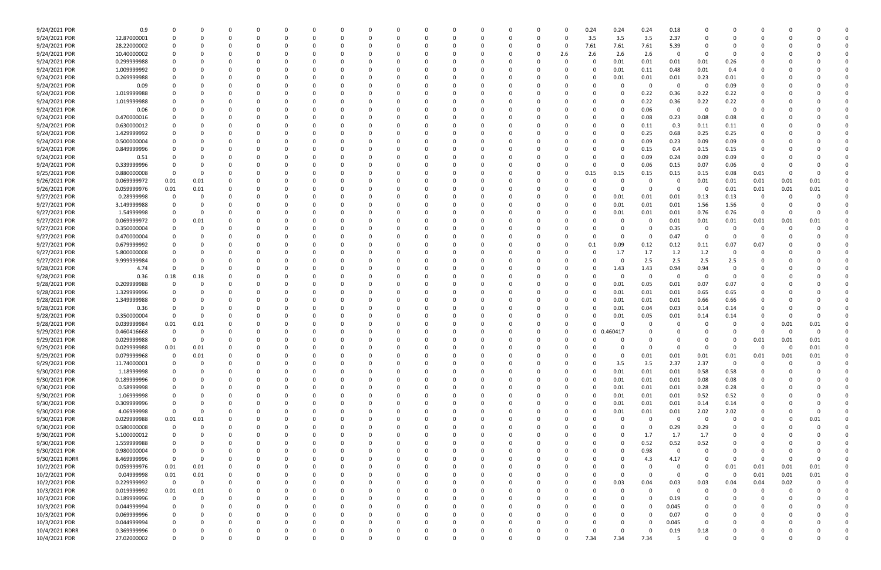| | | | | | | | | | | | | | | | | | | | | | | | | | | | |
|---|---|---|---|---|---|---|---|---|---|---|---|---|---|---|---|---|---|---|---|---|---|---|---|---|---|---|---|
| 9/24/2021 PDR | 0.9 | 0 | 0 | 0 | 0 | 0 | 0 | 0 | 0 | 0 | 0 | 0 | 0 | 0 | 0 | 0 | 0 | 0.24 | 0.24 | 0.24 | 0.18 | 0 | 0 | 0 | 0 | 0 | 0 |
| 9/24/2021 PDR | 12.87000001 | 0 | 0 | 0 | 0 | 0 | 0 | 0 | 0 | 0 | 0 | 0 | 0 | 0 | 0 | 0 | 0 | 3.5 | 3.5 | 3.5 | 2.37 | 0 | 0 | 0 | 0 | 0 | 0 |
| 9/24/2021 PDR | 28.22000002 | 0 | 0 | 0 | 0 | 0 | 0 | 0 | 0 | 0 | 0 | 0 | 0 | 0 | 0 | 0 | 0 | 7.61 | 7.61 | 7.61 | 5.39 | 0 | 0 | 0 | 0 | 0 | 0 |
| 9/24/2021 PDR | 10.40000002 | 0 | 0 | 0 | 0 | 0 | 0 | 0 | 0 | 0 | 0 | 0 | 0 | 0 | 0 | 0 | 2.6 | 2.6 | 2.6 | 2.6 | 0 | 0 | 0 | 0 | 0 | 0 | 0 |
| 9/24/2021 PDR | 0.299999988 | 0 | 0 | 0 | 0 | 0 | 0 | 0 | 0 | 0 | 0 | 0 | 0 | 0 | 0 | 0 | 0 | 0 | 0.01 | 0.01 | 0.01 | 0.01 | 0.26 | 0 | 0 | 0 | 0 |
| 9/24/2021 PDR | 1.009999992 | 0 | 0 | 0 | 0 | 0 | 0 | 0 | 0 | 0 | 0 | 0 | 0 | 0 | 0 | 0 | 0 | 0 | 0.01 | 0.11 | 0.48 | 0.01 | 0.4 | 0 | 0 | 0 | 0 |
| 9/24/2021 PDR | 0.269999988 | 0 | 0 | 0 | 0 | 0 | 0 | 0 | 0 | 0 | 0 | 0 | 0 | 0 | 0 | 0 | 0 | 0 | 0.01 | 0.01 | 0.01 | 0.23 | 0.01 | 0 | 0 | 0 | 0 |
| 9/24/2021 PDR | 0.09 | 0 | 0 | 0 | 0 | 0 | 0 | 0 | 0 | 0 | 0 | 0 | 0 | 0 | 0 | 0 | 0 | 0 | 0 | 0 | 0 | 0 | 0.09 | 0 | 0 | 0 | 0 |
| 9/24/2021 PDR | 1.019999988 | 0 | 0 | 0 | 0 | 0 | 0 | 0 | 0 | 0 | 0 | 0 | 0 | 0 | 0 | 0 | 0 | 0 | 0 | 0.22 | 0.36 | 0.22 | 0.22 | 0 | 0 | 0 | 0 |
| 9/24/2021 PDR | 1.019999988 | 0 | 0 | 0 | 0 | 0 | 0 | 0 | 0 | 0 | 0 | 0 | 0 | 0 | 0 | 0 | 0 | 0 | 0 | 0.22 | 0.36 | 0.22 | 0.22 | 0 | 0 | 0 | 0 |
| 9/24/2021 PDR | 0.06 | 0 | 0 | 0 | 0 | 0 | 0 | 0 | 0 | 0 | 0 | 0 | 0 | 0 | 0 | 0 | 0 | 0 | 0 | 0.06 | 0 | 0 | 0 | 0 | 0 | 0 | 0 |
| 9/24/2021 PDR | 0.470000016 | 0 | 0 | 0 | 0 | 0 | 0 | 0 | 0 | 0 | 0 | 0 | 0 | 0 | 0 | 0 | 0 | 0 | 0 | 0.08 | 0.23 | 0.08 | 0.08 | 0 | 0 | 0 | 0 |
| 9/24/2021 PDR | 0.630000012 | 0 | 0 | 0 | 0 | 0 | 0 | 0 | 0 | 0 | 0 | 0 | 0 | 0 | 0 | 0 | 0 | 0 | 0 | 0.11 | 0.3 | 0.11 | 0.11 | 0 | 0 | 0 | 0 |
| 9/24/2021 PDR | 1.429999992 | 0 | 0 | 0 | 0 | 0 | 0 | 0 | 0 | 0 | 0 | 0 | 0 | 0 | 0 | 0 | 0 | 0 | 0 | 0.25 | 0.68 | 0.25 | 0.25 | 0 | 0 | 0 | 0 |
| 9/24/2021 PDR | 0.500000004 | 0 | 0 | 0 | 0 | 0 | 0 | 0 | 0 | 0 | 0 | 0 | 0 | 0 | 0 | 0 | 0 | 0 | 0 | 0.09 | 0.23 | 0.09 | 0.09 | 0 | 0 | 0 | 0 |
| 9/24/2021 PDR | 0.849999996 | 0 | 0 | 0 | 0 | 0 | 0 | 0 | 0 | 0 | 0 | 0 | 0 | 0 | 0 | 0 | 0 | 0 | 0 | 0.15 | 0.4 | 0.15 | 0.15 | 0 | 0 | 0 | 0 |
| 9/24/2021 PDR | 0.51 | 0 | 0 | 0 | 0 | 0 | 0 | 0 | 0 | 0 | 0 | 0 | 0 | 0 | 0 | 0 | 0 | 0 | 0 | 0.09 | 0.24 | 0.09 | 0.09 | 0 | 0 | 0 | 0 |
| 9/24/2021 PDR | 0.339999996 | 0 | 0 | 0 | 0 | 0 | 0 | 0 | 0 | 0 | 0 | 0 | 0 | 0 | 0 | 0 | 0 | 0 | 0 | 0.06 | 0.15 | 0.07 | 0.06 | 0 | 0 | 0 | 0 |
| 9/25/2021 PDR | 0.880000008 | 0 | 0 | 0 | 0 | 0 | 0 | 0 | 0 | 0 | 0 | 0 | 0 | 0 | 0 | 0 | 0 | 0.15 | 0.15 | 0.15 | 0.15 | 0.15 | 0.08 | 0.05 | 0 | 0 | 0 |
| 9/26/2021 PDR | 0.069999972 | 0.01 | 0.01 | 0 | 0 | 0 | 0 | 0 | 0 | 0 | 0 | 0 | 0 | 0 | 0 | 0 | 0 | 0 | 0 | 0 | 0 | 0.01 | 0.01 | 0.01 | 0.01 | 0.01 | 0 |
| 9/26/2021 PDR | 0.059999976 | 0.01 | 0.01 | 0 | 0 | 0 | 0 | 0 | 0 | 0 | 0 | 0 | 0 | 0 | 0 | 0 | 0 | 0 | 0 | 0 | 0 | 0 | 0.01 | 0.01 | 0.01 | 0.01 | 0 |
| 9/27/2021 PDR | 0.28999998 | 0 | 0 | 0 | 0 | 0 | 0 | 0 | 0 | 0 | 0 | 0 | 0 | 0 | 0 | 0 | 0 | 0 | 0.01 | 0.01 | 0.01 | 0.13 | 0.13 | 0 | 0 | 0 | 0 |
| 9/27/2021 PDR | 3.149999988 | 0 | 0 | 0 | 0 | 0 | 0 | 0 | 0 | 0 | 0 | 0 | 0 | 0 | 0 | 0 | 0 | 0 | 0.01 | 0.01 | 0.01 | 1.56 | 1.56 | 0 | 0 | 0 | 0 |
| 9/27/2021 PDR | 1.54999998 | 0 | 0 | 0 | 0 | 0 | 0 | 0 | 0 | 0 | 0 | 0 | 0 | 0 | 0 | 0 | 0 | 0 | 0.01 | 0.01 | 0.01 | 0.76 | 0.76 | 0 | 0 | 0 | 0 |
| 9/27/2021 PDR | 0.069999972 | 0 | 0.01 | 0 | 0 | 0 | 0 | 0 | 0 | 0 | 0 | 0 | 0 | 0 | 0 | 0 | 0 | 0 | 0 | 0 | 0.01 | 0.01 | 0.01 | 0.01 | 0.01 | 0.01 | 0 |
| 9/27/2021 PDR | 0.350000004 | 0 | 0 | 0 | 0 | 0 | 0 | 0 | 0 | 0 | 0 | 0 | 0 | 0 | 0 | 0 | 0 | 0 | 0 | 0 | 0.35 | 0 | 0 | 0 | 0 | 0 | 0 |
| 9/27/2021 PDR | 0.470000004 | 0 | 0 | 0 | 0 | 0 | 0 | 0 | 0 | 0 | 0 | 0 | 0 | 0 | 0 | 0 | 0 | 0 | 0 | 0 | 0.47 | 0 | 0 | 0 | 0 | 0 | 0 |
| 9/27/2021 PDR | 0.679999992 | 0 | 0 | 0 | 0 | 0 | 0 | 0 | 0 | 0 | 0 | 0 | 0 | 0 | 0 | 0 | 0 | 0.1 | 0.09 | 0.12 | 0.12 | 0.11 | 0.07 | 0.07 | 0 | 0 | 0 |
| 9/27/2021 PDR | 5.800000008 | 0 | 0 | 0 | 0 | 0 | 0 | 0 | 0 | 0 | 0 | 0 | 0 | 0 | 0 | 0 | 0 | 0 | 1.7 | 1.7 | 1.2 | 1.2 | 0 | 0 | 0 | 0 | 0 |
| 9/27/2021 PDR | 9.999999984 | 0 | 0 | 0 | 0 | 0 | 0 | 0 | 0 | 0 | 0 | 0 | 0 | 0 | 0 | 0 | 0 | 0 | 0 | 2.5 | 2.5 | 2.5 | 2.5 | 0 | 0 | 0 | 0 |
| 9/28/2021 PDR | 4.74 | 0 | 0 | 0 | 0 | 0 | 0 | 0 | 0 | 0 | 0 | 0 | 0 | 0 | 0 | 0 | 0 | 0 | 1.43 | 1.43 | 0.94 | 0.94 | 0 | 0 | 0 | 0 | 0 |
| 9/28/2021 PDR | 0.36 | 0.18 | 0.18 | 0 | 0 | 0 | 0 | 0 | 0 | 0 | 0 | 0 | 0 | 0 | 0 | 0 | 0 | 0 | 0 | 0 | 0 | 0 | 0 | 0 | 0 | 0 | 0 |
| 9/28/2021 PDR | 0.209999988 | 0 | 0 | 0 | 0 | 0 | 0 | 0 | 0 | 0 | 0 | 0 | 0 | 0 | 0 | 0 | 0 | 0 | 0.01 | 0.05 | 0.01 | 0.07 | 0.07 | 0 | 0 | 0 | 0 |
| 9/28/2021 PDR | 1.329999996 | 0 | 0 | 0 | 0 | 0 | 0 | 0 | 0 | 0 | 0 | 0 | 0 | 0 | 0 | 0 | 0 | 0 | 0.01 | 0.01 | 0.01 | 0.65 | 0.65 | 0 | 0 | 0 | 0 |
| 9/28/2021 PDR | 1.349999988 | 0 | 0 | 0 | 0 | 0 | 0 | 0 | 0 | 0 | 0 | 0 | 0 | 0 | 0 | 0 | 0 | 0 | 0.01 | 0.01 | 0.01 | 0.66 | 0.66 | 0 | 0 | 0 | 0 |
| 9/28/2021 PDR | 0.36 | 0 | 0 | 0 | 0 | 0 | 0 | 0 | 0 | 0 | 0 | 0 | 0 | 0 | 0 | 0 | 0 | 0 | 0.01 | 0.04 | 0.03 | 0.14 | 0.14 | 0 | 0 | 0 | 0 |
| 9/28/2021 PDR | 0.350000004 | 0 | 0 | 0 | 0 | 0 | 0 | 0 | 0 | 0 | 0 | 0 | 0 | 0 | 0 | 0 | 0 | 0 | 0.01 | 0.05 | 0.01 | 0.14 | 0.14 | 0 | 0 | 0 | 0 |
| 9/28/2021 PDR | 0.039999984 | 0.01 | 0.01 | 0 | 0 | 0 | 0 | 0 | 0 | 0 | 0 | 0 | 0 | 0 | 0 | 0 | 0 | 0 | 0 | 0 | 0 | 0 | 0 | 0 | 0.01 | 0.01 | 0 |
| 9/29/2021 PDR | 0.460416668 | 0 | 0 | 0 | 0 | 0 | 0 | 0 | 0 | 0 | 0 | 0 | 0 | 0 | 0 | 0 | 0 | 0.460417 | 0 | 0 | 0 | 0 | 0 | 0 | 0 | 0 | 0 |
| 9/29/2021 PDR | 0.029999988 | 0 | 0 | 0 | 0 | 0 | 0 | 0 | 0 | 0 | 0 | 0 | 0 | 0 | 0 | 0 | 0 | 0 | 0 | 0 | 0 | 0 | 0 | 0.01 | 0.01 | 0.01 | 0 |
| 9/29/2021 PDR | 0.029999988 | 0.01 | 0.01 | 0 | 0 | 0 | 0 | 0 | 0 | 0 | 0 | 0 | 0 | 0 | 0 | 0 | 0 | 0 | 0 | 0 | 0 | 0 | 0 | 0 | 0 | 0.01 | 0 |
| 9/29/2021 PDR | 0.079999968 | 0 | 0.01 | 0 | 0 | 0 | 0 | 0 | 0 | 0 | 0 | 0 | 0 | 0 | 0 | 0 | 0 | 0 | 0 | 0.01 | 0.01 | 0.01 | 0.01 | 0.01 | 0.01 | 0.01 | 0 |
| 9/29/2021 PDR | 11.74000001 | 0 | 0 | 0 | 0 | 0 | 0 | 0 | 0 | 0 | 0 | 0 | 0 | 0 | 0 | 0 | 0 | 0 | 3.5 | 3.5 | 2.37 | 2.37 | 0 | 0 | 0 | 0 | 0 |
| 9/30/2021 PDR | 1.18999998 | 0 | 0 | 0 | 0 | 0 | 0 | 0 | 0 | 0 | 0 | 0 | 0 | 0 | 0 | 0 | 0 | 0 | 0.01 | 0.01 | 0.01 | 0.58 | 0.58 | 0 | 0 | 0 | 0 |
| 9/30/2021 PDR | 0.189999996 | 0 | 0 | 0 | 0 | 0 | 0 | 0 | 0 | 0 | 0 | 0 | 0 | 0 | 0 | 0 | 0 | 0 | 0.01 | 0.01 | 0.01 | 0.08 | 0.08 | 0 | 0 | 0 | 0 |
| 9/30/2021 PDR | 0.58999998 | 0 | 0 | 0 | 0 | 0 | 0 | 0 | 0 | 0 | 0 | 0 | 0 | 0 | 0 | 0 | 0 | 0 | 0.01 | 0.01 | 0.01 | 0.28 | 0.28 | 0 | 0 | 0 | 0 |
| 9/30/2021 PDR | 1.06999998 | 0 | 0 | 0 | 0 | 0 | 0 | 0 | 0 | 0 | 0 | 0 | 0 | 0 | 0 | 0 | 0 | 0 | 0.01 | 0.01 | 0.01 | 0.52 | 0.52 | 0 | 0 | 0 | 0 |
| 9/30/2021 PDR | 0.309999996 | 0 | 0 | 0 | 0 | 0 | 0 | 0 | 0 | 0 | 0 | 0 | 0 | 0 | 0 | 0 | 0 | 0 | 0.01 | 0.01 | 0.01 | 0.14 | 0.14 | 0 | 0 | 0 | 0 |
| 9/30/2021 PDR | 4.06999998 | 0 | 0 | 0 | 0 | 0 | 0 | 0 | 0 | 0 | 0 | 0 | 0 | 0 | 0 | 0 | 0 | 0 | 0.01 | 0.01 | 0.01 | 2.02 | 2.02 | 0 | 0 | 0 | 0 |
| 9/30/2021 PDR | 0.029999988 | 0.01 | 0.01 | 0 | 0 | 0 | 0 | 0 | 0 | 0 | 0 | 0 | 0 | 0 | 0 | 0 | 0 | 0 | 0 | 0 | 0 | 0 | 0 | 0 | 0 | 0.01 | 0 |
| 9/30/2021 PDR | 0.580000008 | 0 | 0 | 0 | 0 | 0 | 0 | 0 | 0 | 0 | 0 | 0 | 0 | 0 | 0 | 0 | 0 | 0 | 0 | 0 | 0 | 0.29 | 0.29 | 0 | 0 | 0 | 0 |
| 9/30/2021 PDR | 5.10000012 | 0 | 0 | 0 | 0 | 0 | 0 | 0 | 0 | 0 | 0 | 0 | 0 | 0 | 0 | 0 | 0 | 0 | 0 | 1.7 | 1.7 | 1.7 | 0 | 0 | 0 | 0 | 0 |
| 9/30/2021 PDR | 1.559999988 | 0 | 0 | 0 | 0 | 0 | 0 | 0 | 0 | 0 | 0 | 0 | 0 | 0 | 0 | 0 | 0 | 0 | 0 | 0.52 | 0.52 | 0.52 | 0 | 0 | 0 | 0 | 0 |
| 9/30/2021 PDR | 0.980000004 | 0 | 0 | 0 | 0 | 0 | 0 | 0 | 0 | 0 | 0 | 0 | 0 | 0 | 0 | 0 | 0 | 0 | 0 | 0.98 | 0 | 0 | 0 | 0 | 0 | 0 | 0 |
| 9/30/2021 RDRR | 8.469999996 | 0 | 0 | 0 | 0 | 0 | 0 | 0 | 0 | 0 | 0 | 0 | 0 | 0 | 0 | 0 | 0 | 0 | 0 | 4.3 | 4.17 | 0 | 0 | 0 | 0 | 0 | 0 |
| 10/2/2021 PDR | 0.059999976 | 0.01 | 0.01 | 0 | 0 | 0 | 0 | 0 | 0 | 0 | 0 | 0 | 0 | 0 | 0 | 0 | 0 | 0 | 0 | 0 | 0 | 0 | 0.01 | 0.01 | 0.01 | 0.01 | 0 |
| 10/2/2021 PDR | 0.04999998 | 0.01 | 0.01 | 0 | 0 | 0 | 0 | 0 | 0 | 0 | 0 | 0 | 0 | 0 | 0 | 0 | 0 | 0 | 0 | 0 | 0 | 0 | 0 | 0.01 | 0.01 | 0.01 | 0 |
| 10/2/2021 PDR | 0.229999992 | 0 | 0 | 0 | 0 | 0 | 0 | 0 | 0 | 0 | 0 | 0 | 0 | 0 | 0 | 0 | 0 | 0 | 0.03 | 0.04 | 0.03 | 0.03 | 0.04 | 0.04 | 0.02 | 0 | 0 |
| 10/3/2021 PDR | 0.019999992 | 0.01 | 0.01 | 0 | 0 | 0 | 0 | 0 | 0 | 0 | 0 | 0 | 0 | 0 | 0 | 0 | 0 | 0 | 0 | 0 | 0 | 0 | 0 | 0 | 0 | 0 | 0 |
| 10/3/2021 PDR | 0.189999996 | 0 | 0 | 0 | 0 | 0 | 0 | 0 | 0 | 0 | 0 | 0 | 0 | 0 | 0 | 0 | 0 | 0 | 0 | 0 | 0.19 | 0 | 0 | 0 | 0 | 0 | 0 |
| 10/3/2021 PDR | 0.044999994 | 0 | 0 | 0 | 0 | 0 | 0 | 0 | 0 | 0 | 0 | 0 | 0 | 0 | 0 | 0 | 0 | 0 | 0 | 0 | 0.045 | 0 | 0 | 0 | 0 | 0 | 0 |
| 10/3/2021 PDR | 0.069999996 | 0 | 0 | 0 | 0 | 0 | 0 | 0 | 0 | 0 | 0 | 0 | 0 | 0 | 0 | 0 | 0 | 0 | 0 | 0 | 0.07 | 0 | 0 | 0 | 0 | 0 | 0 |
| 10/3/2021 PDR | 0.044999994 | 0 | 0 | 0 | 0 | 0 | 0 | 0 | 0 | 0 | 0 | 0 | 0 | 0 | 0 | 0 | 0 | 0 | 0 | 0 | 0.045 | 0 | 0 | 0 | 0 | 0 | 0 |
| 10/4/2021 RDRR | 0.369999996 | 0 | 0 | 0 | 0 | 0 | 0 | 0 | 0 | 0 | 0 | 0 | 0 | 0 | 0 | 0 | 0 | 0 | 0 | 0 | 0.19 | 0.18 | 0 | 0 | 0 | 0 | 0 |
| 10/4/2021 PDR | 27.02000002 | 0 | 0 | 0 | 0 | 0 | 0 | 0 | 0 | 0 | 0 | 0 | 0 | 0 | 0 | 0 | 0 | 7.34 | 7.34 | 7.34 | 5 | 0 | 0 | 0 | 0 | 0 | 0 |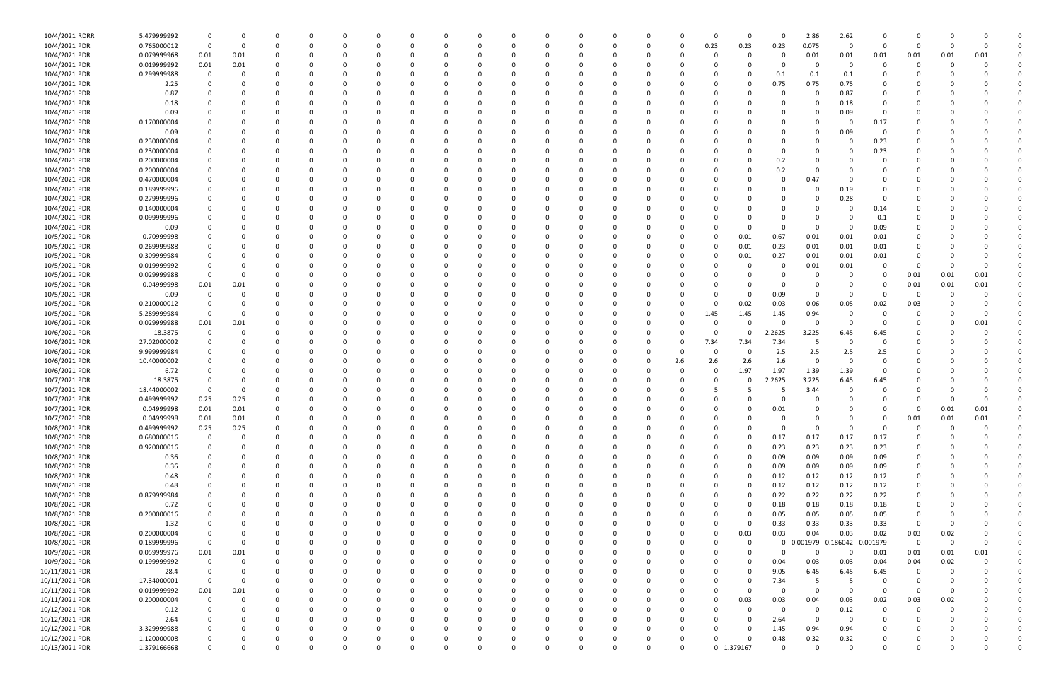| | | | | | | | | | | | | | | | | | | | | | | | | | | | | | | | |
|---|---|---|---|---|---|---|---|---|---|---|---|---|---|---|---|---|---|---|---|---|---|---|---|---|---|---|---|---|---|---|---|
| 10/4/2021 RDRR | 5.479999992 | 0 | 0 | 0 | 0 | 0 | 0 | 0 | 0 | 0 | 0 | 0 | 0 | 0 | 0 | 0 | 0 | 0 | 0 | 0 | 0 | 0 | 0 | 0 | 2.86 | 2.62 | 0 | 0 | 0 | 0 | 0 |
| 10/4/2021 PDR | 0.765000012 | 0 | 0 | 0 | 0 | 0 | 0 | 0 | 0 | 0 | 0 | 0 | 0 | 0 | 0 | 0 | 0 | 0 | 0 | 0 | 0 | 0.23 | 0.23 | 0.23 | 0.075 | 0 | 0 | 0 | 0 | 0 | 0 |
| 10/4/2021 PDR | 0.079999968 | 0.01 | 0.01 | 0 | 0 | 0 | 0 | 0 | 0 | 0 | 0 | 0 | 0 | 0 | 0 | 0 | 0 | 0 | 0 | 0 | 0 | 0 | 0 | 0 | 0 | 0.01 | 0.01 | 0.01 | 0.01 | 0.01 | 0 |
| 10/4/2021 PDR | 0.019999992 | 0.01 | 0.01 | 0 | 0 | 0 | 0 | 0 | 0 | 0 | 0 | 0 | 0 | 0 | 0 | 0 | 0 | 0 | 0 | 0 | 0 | 0 | 0 | 0 | 0 | 0 | 0 | 0 | 0 | 0 | 0 |
| 10/4/2021 PDR | 0.299999988 | 0 | 0 | 0 | 0 | 0 | 0 | 0 | 0 | 0 | 0 | 0 | 0 | 0 | 0 | 0 | 0 | 0 | 0 | 0 | 0 | 0 | 0 | 0.1 | 0.1 | 0.1 | 0 | 0 | 0 | 0 | 0 |
| 10/4/2021 PDR | 2.25 | 0 | 0 | 0 | 0 | 0 | 0 | 0 | 0 | 0 | 0 | 0 | 0 | 0 | 0 | 0 | 0 | 0 | 0 | 0 | 0 | 0 | 0 | 0.75 | 0.75 | 0.75 | 0 | 0 | 0 | 0 | 0 |
| 10/4/2021 PDR | 0.87 | 0 | 0 | 0 | 0 | 0 | 0 | 0 | 0 | 0 | 0 | 0 | 0 | 0 | 0 | 0 | 0 | 0 | 0 | 0 | 0 | 0 | 0 | 0 | 0 | 0.87 | 0 | 0 | 0 | 0 | 0 |
| 10/4/2021 PDR | 0.18 | 0 | 0 | 0 | 0 | 0 | 0 | 0 | 0 | 0 | 0 | 0 | 0 | 0 | 0 | 0 | 0 | 0 | 0 | 0 | 0 | 0 | 0 | 0 | 0 | 0.18 | 0 | 0 | 0 | 0 | 0 |
| 10/4/2021 PDR | 0.09 | 0 | 0 | 0 | 0 | 0 | 0 | 0 | 0 | 0 | 0 | 0 | 0 | 0 | 0 | 0 | 0 | 0 | 0 | 0 | 0 | 0 | 0 | 0 | 0 | 0.09 | 0 | 0 | 0 | 0 | 0 |
| 10/4/2021 PDR | 0.170000004 | 0 | 0 | 0 | 0 | 0 | 0 | 0 | 0 | 0 | 0 | 0 | 0 | 0 | 0 | 0 | 0 | 0 | 0 | 0 | 0 | 0 | 0 | 0 | 0 | 0 | 0.17 | 0 | 0 | 0 | 0 |
| 10/4/2021 PDR | 0.09 | 0 | 0 | 0 | 0 | 0 | 0 | 0 | 0 | 0 | 0 | 0 | 0 | 0 | 0 | 0 | 0 | 0 | 0 | 0 | 0 | 0 | 0 | 0 | 0 | 0.09 | 0 | 0 | 0 | 0 | 0 |
| 10/4/2021 PDR | 0.230000004 | 0 | 0 | 0 | 0 | 0 | 0 | 0 | 0 | 0 | 0 | 0 | 0 | 0 | 0 | 0 | 0 | 0 | 0 | 0 | 0 | 0 | 0 | 0 | 0 | 0 | 0.23 | 0 | 0 | 0 | 0 |
| 10/4/2021 PDR | 0.230000004 | 0 | 0 | 0 | 0 | 0 | 0 | 0 | 0 | 0 | 0 | 0 | 0 | 0 | 0 | 0 | 0 | 0 | 0 | 0 | 0 | 0 | 0 | 0 | 0 | 0 | 0.23 | 0 | 0 | 0 | 0 |
| 10/4/2021 PDR | 0.200000004 | 0 | 0 | 0 | 0 | 0 | 0 | 0 | 0 | 0 | 0 | 0 | 0 | 0 | 0 | 0 | 0 | 0 | 0 | 0 | 0 | 0 | 0 | 0.2 | 0 | 0 | 0 | 0 | 0 | 0 | 0 |
| 10/4/2021 PDR | 0.200000004 | 0 | 0 | 0 | 0 | 0 | 0 | 0 | 0 | 0 | 0 | 0 | 0 | 0 | 0 | 0 | 0 | 0 | 0 | 0 | 0 | 0 | 0 | 0.2 | 0 | 0 | 0 | 0 | 0 | 0 | 0 |
| 10/4/2021 PDR | 0.470000004 | 0 | 0 | 0 | 0 | 0 | 0 | 0 | 0 | 0 | 0 | 0 | 0 | 0 | 0 | 0 | 0 | 0 | 0 | 0 | 0 | 0 | 0 | 0 | 0.47 | 0 | 0 | 0 | 0 | 0 | 0 |
| 10/4/2021 PDR | 0.189999996 | 0 | 0 | 0 | 0 | 0 | 0 | 0 | 0 | 0 | 0 | 0 | 0 | 0 | 0 | 0 | 0 | 0 | 0 | 0 | 0 | 0 | 0 | 0 | 0 | 0.19 | 0 | 0 | 0 | 0 | 0 |
| 10/4/2021 PDR | 0.279999996 | 0 | 0 | 0 | 0 | 0 | 0 | 0 | 0 | 0 | 0 | 0 | 0 | 0 | 0 | 0 | 0 | 0 | 0 | 0 | 0 | 0 | 0 | 0 | 0 | 0.28 | 0 | 0 | 0 | 0 | 0 |
| 10/4/2021 PDR | 0.140000004 | 0 | 0 | 0 | 0 | 0 | 0 | 0 | 0 | 0 | 0 | 0 | 0 | 0 | 0 | 0 | 0 | 0 | 0 | 0 | 0 | 0 | 0 | 0 | 0 | 0 | 0.14 | 0 | 0 | 0 | 0 |
| 10/4/2021 PDR | 0.099999996 | 0 | 0 | 0 | 0 | 0 | 0 | 0 | 0 | 0 | 0 | 0 | 0 | 0 | 0 | 0 | 0 | 0 | 0 | 0 | 0 | 0 | 0 | 0 | 0 | 0 | 0.1 | 0 | 0 | 0 | 0 |
| 10/4/2021 PDR | 0.09 | 0 | 0 | 0 | 0 | 0 | 0 | 0 | 0 | 0 | 0 | 0 | 0 | 0 | 0 | 0 | 0 | 0 | 0 | 0 | 0 | 0 | 0 | 0 | 0 | 0 | 0.09 | 0 | 0 | 0 | 0 |
| 10/5/2021 PDR | 0.70999998 | 0 | 0 | 0 | 0 | 0 | 0 | 0 | 0 | 0 | 0 | 0 | 0 | 0 | 0 | 0 | 0 | 0 | 0 | 0 | 0 | 0 | 0.01 | 0.67 | 0.01 | 0.01 | 0.01 | 0 | 0 | 0 | 0 |
| 10/5/2021 PDR | 0.269999988 | 0 | 0 | 0 | 0 | 0 | 0 | 0 | 0 | 0 | 0 | 0 | 0 | 0 | 0 | 0 | 0 | 0 | 0 | 0 | 0 | 0 | 0.01 | 0.23 | 0.01 | 0.01 | 0.01 | 0 | 0 | 0 | 0 |
| 10/5/2021 PDR | 0.309999984 | 0 | 0 | 0 | 0 | 0 | 0 | 0 | 0 | 0 | 0 | 0 | 0 | 0 | 0 | 0 | 0 | 0 | 0 | 0 | 0 | 0 | 0.01 | 0.27 | 0.01 | 0.01 | 0.01 | 0 | 0 | 0 | 0 |
| 10/5/2021 PDR | 0.019999992 | 0 | 0 | 0 | 0 | 0 | 0 | 0 | 0 | 0 | 0 | 0 | 0 | 0 | 0 | 0 | 0 | 0 | 0 | 0 | 0 | 0 | 0 | 0 | 0.01 | 0.01 | 0 | 0 | 0 | 0 | 0 |
| 10/5/2021 PDR | 0.029999988 | 0 | 0 | 0 | 0 | 0 | 0 | 0 | 0 | 0 | 0 | 0 | 0 | 0 | 0 | 0 | 0 | 0 | 0 | 0 | 0 | 0 | 0 | 0 | 0 | 0 | 0 | 0.01 | 0.01 | 0.01 | 0 |
| 10/5/2021 PDR | 0.04999998 | 0.01 | 0.01 | 0 | 0 | 0 | 0 | 0 | 0 | 0 | 0 | 0 | 0 | 0 | 0 | 0 | 0 | 0 | 0 | 0 | 0 | 0 | 0 | 0 | 0 | 0 | 0 | 0.01 | 0.01 | 0.01 | 0 |
| 10/5/2021 PDR | 0.09 | 0 | 0 | 0 | 0 | 0 | 0 | 0 | 0 | 0 | 0 | 0 | 0 | 0 | 0 | 0 | 0 | 0 | 0 | 0 | 0 | 0 | 0 | 0.09 | 0 | 0 | 0 | 0 | 0 | 0 | 0 |
| 10/5/2021 PDR | 0.210000012 | 0 | 0 | 0 | 0 | 0 | 0 | 0 | 0 | 0 | 0 | 0 | 0 | 0 | 0 | 0 | 0 | 0 | 0 | 0 | 0 | 0 | 0.02 | 0.03 | 0.06 | 0.05 | 0.02 | 0.03 | 0 | 0 | 0 |
| 10/5/2021 PDR | 5.289999984 | 0 | 0 | 0 | 0 | 0 | 0 | 0 | 0 | 0 | 0 | 0 | 0 | 0 | 0 | 0 | 0 | 0 | 0 | 0 | 0 | 1.45 | 1.45 | 1.45 | 0.94 | 0 | 0 | 0 | 0 | 0 | 0 |
| 10/6/2021 PDR | 0.029999988 | 0.01 | 0.01 | 0 | 0 | 0 | 0 | 0 | 0 | 0 | 0 | 0 | 0 | 0 | 0 | 0 | 0 | 0 | 0 | 0 | 0 | 0 | 0 | 0 | 0 | 0 | 0 | 0 | 0 | 0.01 | 0 |
| 10/6/2021 PDR | 18.3875 | 0 | 0 | 0 | 0 | 0 | 0 | 0 | 0 | 0 | 0 | 0 | 0 | 0 | 0 | 0 | 0 | 0 | 0 | 0 | 0 | 0 | 0 | 2.2625 | 3.225 | 6.45 | 6.45 | 0 | 0 | 0 | 0 |
| 10/6/2021 PDR | 27.02000002 | 0 | 0 | 0 | 0 | 0 | 0 | 0 | 0 | 0 | 0 | 0 | 0 | 0 | 0 | 0 | 0 | 0 | 0 | 0 | 0 | 7.34 | 7.34 | 7.34 | 5 | 0 | 0 | 0 | 0 | 0 | 0 |
| 10/6/2021 PDR | 9.999999984 | 0 | 0 | 0 | 0 | 0 | 0 | 0 | 0 | 0 | 0 | 0 | 0 | 0 | 0 | 0 | 0 | 0 | 0 | 0 | 0 | 0 | 0 | 2.5 | 2.5 | 2.5 | 2.5 | 0 | 0 | 0 | 0 |
| 10/6/2021 PDR | 10.40000002 | 0 | 0 | 0 | 0 | 0 | 0 | 0 | 0 | 0 | 0 | 0 | 0 | 0 | 0 | 0 | 0 | 0 | 0 | 0 | 2.6 | 2.6 | 2.6 | 2.6 | 0 | 0 | 0 | 0 | 0 | 0 | 0 |
| 10/6/2021 PDR | 6.72 | 0 | 0 | 0 | 0 | 0 | 0 | 0 | 0 | 0 | 0 | 0 | 0 | 0 | 0 | 0 | 0 | 0 | 0 | 0 | 0 | 0 | 1.97 | 1.97 | 1.39 | 1.39 | 0 | 0 | 0 | 0 | 0 |
| 10/7/2021 PDR | 18.3875 | 0 | 0 | 0 | 0 | 0 | 0 | 0 | 0 | 0 | 0 | 0 | 0 | 0 | 0 | 0 | 0 | 0 | 0 | 0 | 0 | 0 | 0 | 2.2625 | 3.225 | 6.45 | 6.45 | 0 | 0 | 0 | 0 |
| 10/7/2021 PDR | 18.44000002 | 0 | 0 | 0 | 0 | 0 | 0 | 0 | 0 | 0 | 0 | 0 | 0 | 0 | 0 | 0 | 0 | 0 | 0 | 0 | 0 | 5 | 5 | 5 | 3.44 | 0 | 0 | 0 | 0 | 0 | 0 |
| 10/7/2021 PDR | 0.499999992 | 0.25 | 0.25 | 0 | 0 | 0 | 0 | 0 | 0 | 0 | 0 | 0 | 0 | 0 | 0 | 0 | 0 | 0 | 0 | 0 | 0 | 0 | 0 | 0 | 0 | 0 | 0 | 0 | 0 | 0 | 0 |
| 10/7/2021 PDR | 0.04999998 | 0.01 | 0.01 | 0 | 0 | 0 | 0 | 0 | 0 | 0 | 0 | 0 | 0 | 0 | 0 | 0 | 0 | 0 | 0 | 0 | 0 | 0 | 0 | 0.01 | 0 | 0 | 0 | 0 | 0.01 | 0.01 | 0 |
| 10/7/2021 PDR | 0.04999998 | 0.01 | 0.01 | 0 | 0 | 0 | 0 | 0 | 0 | 0 | 0 | 0 | 0 | 0 | 0 | 0 | 0 | 0 | 0 | 0 | 0 | 0 | 0 | 0 | 0 | 0 | 0 | 0.01 | 0.01 | 0.01 | 0 |
| 10/8/2021 PDR | 0.499999992 | 0.25 | 0.25 | 0 | 0 | 0 | 0 | 0 | 0 | 0 | 0 | 0 | 0 | 0 | 0 | 0 | 0 | 0 | 0 | 0 | 0 | 0 | 0 | 0 | 0 | 0 | 0 | 0 | 0 | 0 | 0 |
| 10/8/2021 PDR | 0.680000016 | 0 | 0 | 0 | 0 | 0 | 0 | 0 | 0 | 0 | 0 | 0 | 0 | 0 | 0 | 0 | 0 | 0 | 0 | 0 | 0 | 0 | 0 | 0.17 | 0.17 | 0.17 | 0.17 | 0 | 0 | 0 | 0 |
| 10/8/2021 PDR | 0.920000016 | 0 | 0 | 0 | 0 | 0 | 0 | 0 | 0 | 0 | 0 | 0 | 0 | 0 | 0 | 0 | 0 | 0 | 0 | 0 | 0 | 0 | 0 | 0.23 | 0.23 | 0.23 | 0.23 | 0 | 0 | 0 | 0 |
| 10/8/2021 PDR | 0.36 | 0 | 0 | 0 | 0 | 0 | 0 | 0 | 0 | 0 | 0 | 0 | 0 | 0 | 0 | 0 | 0 | 0 | 0 | 0 | 0 | 0 | 0 | 0.09 | 0.09 | 0.09 | 0.09 | 0 | 0 | 0 | 0 |
| 10/8/2021 PDR | 0.36 | 0 | 0 | 0 | 0 | 0 | 0 | 0 | 0 | 0 | 0 | 0 | 0 | 0 | 0 | 0 | 0 | 0 | 0 | 0 | 0 | 0 | 0 | 0.09 | 0.09 | 0.09 | 0.09 | 0 | 0 | 0 | 0 |
| 10/8/2021 PDR | 0.48 | 0 | 0 | 0 | 0 | 0 | 0 | 0 | 0 | 0 | 0 | 0 | 0 | 0 | 0 | 0 | 0 | 0 | 0 | 0 | 0 | 0 | 0 | 0.12 | 0.12 | 0.12 | 0.12 | 0 | 0 | 0 | 0 |
| 10/8/2021 PDR | 0.48 | 0 | 0 | 0 | 0 | 0 | 0 | 0 | 0 | 0 | 0 | 0 | 0 | 0 | 0 | 0 | 0 | 0 | 0 | 0 | 0 | 0 | 0 | 0.12 | 0.12 | 0.12 | 0.12 | 0 | 0 | 0 | 0 |
| 10/8/2021 PDR | 0.879999984 | 0 | 0 | 0 | 0 | 0 | 0 | 0 | 0 | 0 | 0 | 0 | 0 | 0 | 0 | 0 | 0 | 0 | 0 | 0 | 0 | 0 | 0 | 0.22 | 0.22 | 0.22 | 0.22 | 0 | 0 | 0 | 0 |
| 10/8/2021 PDR | 0.72 | 0 | 0 | 0 | 0 | 0 | 0 | 0 | 0 | 0 | 0 | 0 | 0 | 0 | 0 | 0 | 0 | 0 | 0 | 0 | 0 | 0 | 0 | 0.18 | 0.18 | 0.18 | 0.18 | 0 | 0 | 0 | 0 |
| 10/8/2021 PDR | 0.200000016 | 0 | 0 | 0 | 0 | 0 | 0 | 0 | 0 | 0 | 0 | 0 | 0 | 0 | 0 | 0 | 0 | 0 | 0 | 0 | 0 | 0 | 0 | 0.05 | 0.05 | 0.05 | 0.05 | 0 | 0 | 0 | 0 |
| 10/8/2021 PDR | 1.32 | 0 | 0 | 0 | 0 | 0 | 0 | 0 | 0 | 0 | 0 | 0 | 0 | 0 | 0 | 0 | 0 | 0 | 0 | 0 | 0 | 0 | 0 | 0.33 | 0.33 | 0.33 | 0.33 | 0 | 0 | 0 | 0 |
| 10/8/2021 PDR | 0.200000004 | 0 | 0 | 0 | 0 | 0 | 0 | 0 | 0 | 0 | 0 | 0 | 0 | 0 | 0 | 0 | 0 | 0 | 0 | 0 | 0 | 0 | 0.03 | 0.03 | 0.04 | 0.03 | 0.02 | 0.03 | 0.02 | 0 | 0 |
| 10/8/2021 PDR | 0.189999996 | 0 | 0 | 0 | 0 | 0 | 0 | 0 | 0 | 0 | 0 | 0 | 0 | 0 | 0 | 0 | 0 | 0 | 0 | 0 | 0 | 0 | 0 | 0 | 0.001979 | 0.186042 | 0.001979 | 0 | 0 | 0 | 0 |
| 10/9/2021 PDR | 0.059999976 | 0.01 | 0.01 | 0 | 0 | 0 | 0 | 0 | 0 | 0 | 0 | 0 | 0 | 0 | 0 | 0 | 0 | 0 | 0 | 0 | 0 | 0 | 0 | 0 | 0 | 0 | 0.01 | 0.01 | 0.01 | 0.01 | 0 |
| 10/9/2021 PDR | 0.199999992 | 0 | 0 | 0 | 0 | 0 | 0 | 0 | 0 | 0 | 0 | 0 | 0 | 0 | 0 | 0 | 0 | 0 | 0 | 0 | 0 | 0 | 0 | 0.04 | 0.03 | 0.03 | 0.04 | 0.04 | 0.02 | 0 | 0 |
| 10/11/2021 PDR | 28.4 | 0 | 0 | 0 | 0 | 0 | 0 | 0 | 0 | 0 | 0 | 0 | 0 | 0 | 0 | 0 | 0 | 0 | 0 | 0 | 0 | 0 | 0 | 9.05 | 6.45 | 6.45 | 6.45 | 0 | 0 | 0 | 0 |
| 10/11/2021 PDR | 17.34000001 | 0 | 0 | 0 | 0 | 0 | 0 | 0 | 0 | 0 | 0 | 0 | 0 | 0 | 0 | 0 | 0 | 0 | 0 | 0 | 0 | 0 | 0 | 7.34 | 5 | 5 | 0 | 0 | 0 | 0 | 0 |
| 10/11/2021 PDR | 0.019999992 | 0.01 | 0.01 | 0 | 0 | 0 | 0 | 0 | 0 | 0 | 0 | 0 | 0 | 0 | 0 | 0 | 0 | 0 | 0 | 0 | 0 | 0 | 0 | 0 | 0 | 0 | 0 | 0 | 0 | 0 | 0 |
| 10/11/2021 PDR | 0.200000004 | 0 | 0 | 0 | 0 | 0 | 0 | 0 | 0 | 0 | 0 | 0 | 0 | 0 | 0 | 0 | 0 | 0 | 0 | 0 | 0 | 0 | 0.03 | 0.03 | 0.04 | 0.03 | 0.02 | 0.03 | 0.02 | 0 | 0 |
| 10/12/2021 PDR | 0.12 | 0 | 0 | 0 | 0 | 0 | 0 | 0 | 0 | 0 | 0 | 0 | 0 | 0 | 0 | 0 | 0 | 0 | 0 | 0 | 0 | 0 | 0 | 0 | 0 | 0.12 | 0 | 0 | 0 | 0 | 0 |
| 10/12/2021 PDR | 2.64 | 0 | 0 | 0 | 0 | 0 | 0 | 0 | 0 | 0 | 0 | 0 | 0 | 0 | 0 | 0 | 0 | 0 | 0 | 0 | 0 | 0 | 0 | 2.64 | 0 | 0 | 0 | 0 | 0 | 0 | 0 |
| 10/12/2021 PDR | 3.329999988 | 0 | 0 | 0 | 0 | 0 | 0 | 0 | 0 | 0 | 0 | 0 | 0 | 0 | 0 | 0 | 0 | 0 | 0 | 0 | 0 | 0 | 0 | 1.45 | 0.94 | 0.94 | 0 | 0 | 0 | 0 | 0 |
| 10/12/2021 PDR | 1.120000008 | 0 | 0 | 0 | 0 | 0 | 0 | 0 | 0 | 0 | 0 | 0 | 0 | 0 | 0 | 0 | 0 | 0 | 0 | 0 | 0 | 0 | 0 | 0.48 | 0.32 | 0.32 | 0 | 0 | 0 | 0 | 0 |
| 10/13/2021 PDR | 1.379166668 | 0 | 0 | 0 | 0 | 0 | 0 | 0 | 0 | 0 | 0 | 0 | 0 | 0 | 0 | 0 | 0 | 0 | 0 | 0 | 0 | 0 | 1.379167 | 0 | 0 | 0 | 0 | 0 | 0 | 0 | 0 |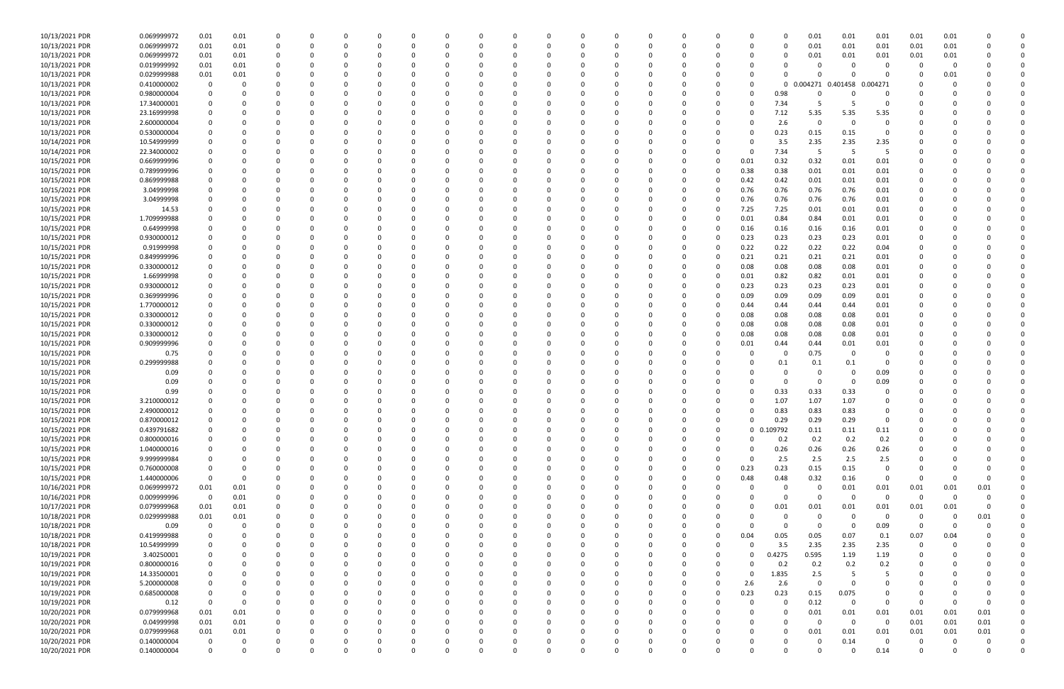| | | | | | | | | | | | | | | | | | | | | | | | | | | | |
|---|---|---|---|---|---|---|---|---|---|---|---|---|---|---|---|---|---|---|---|---|---|---|---|---|---|---|---|
| 10/13/2021 PDR | 0.069999972 | 0.01 | 0.01 | 0 | 0 | 0 | 0 | 0 | 0 | 0 | 0 | 0 | 0 | 0 | 0 | 0 | 0 | 0 | 0 | 0 | 0.01 | 0.01 | 0.01 | 0.01 | 0.01 | 0 | 0 |
| 10/13/2021 PDR | 0.069999972 | 0.01 | 0.01 | 0 | 0 | 0 | 0 | 0 | 0 | 0 | 0 | 0 | 0 | 0 | 0 | 0 | 0 | 0 | 0 | 0 | 0.01 | 0.01 | 0.01 | 0.01 | 0.01 | 0 | 0 |
| 10/13/2021 PDR | 0.069999972 | 0.01 | 0.01 | 0 | 0 | 0 | 0 | 0 | 0 | 0 | 0 | 0 | 0 | 0 | 0 | 0 | 0 | 0 | 0 | 0 | 0.01 | 0.01 | 0.01 | 0.01 | 0.01 | 0 | 0 |
| 10/13/2021 PDR | 0.019999992 | 0.01 | 0.01 | 0 | 0 | 0 | 0 | 0 | 0 | 0 | 0 | 0 | 0 | 0 | 0 | 0 | 0 | 0 | 0 | 0 | 0 | 0 | 0 | 0 | 0 | 0 | 0 |
| 10/13/2021 PDR | 0.029999988 | 0.01 | 0.01 | 0 | 0 | 0 | 0 | 0 | 0 | 0 | 0 | 0 | 0 | 0 | 0 | 0 | 0 | 0 | 0 | 0 | 0 | 0 | 0 | 0 | 0.01 | 0 | 0 |
| 10/13/2021 PDR | 0.410000002 | 0 | 0 | 0 | 0 | 0 | 0 | 0 | 0 | 0 | 0 | 0 | 0 | 0 | 0 | 0 | 0 | 0 | 0 | 0 | 0.004271 | 0.401458 | 0.004271 | 0 | 0 | 0 | 0 |
| 10/13/2021 PDR | 0.980000004 | 0 | 0 | 0 | 0 | 0 | 0 | 0 | 0 | 0 | 0 | 0 | 0 | 0 | 0 | 0 | 0 | 0 | 0 | 0.98 | 0 | 0 | 0 | 0 | 0 | 0 | 0 |
| 10/13/2021 PDR | 17.34000001 | 0 | 0 | 0 | 0 | 0 | 0 | 0 | 0 | 0 | 0 | 0 | 0 | 0 | 0 | 0 | 0 | 0 | 0 | 7.34 | 5 | 5 | 0 | 0 | 0 | 0 | 0 |
| 10/13/2021 PDR | 23.16999998 | 0 | 0 | 0 | 0 | 0 | 0 | 0 | 0 | 0 | 0 | 0 | 0 | 0 | 0 | 0 | 0 | 0 | 0 | 7.12 | 5.35 | 5.35 | 5.35 | 0 | 0 | 0 | 0 |
| 10/13/2021 PDR | 2.600000004 | 0 | 0 | 0 | 0 | 0 | 0 | 0 | 0 | 0 | 0 | 0 | 0 | 0 | 0 | 0 | 0 | 0 | 0 | 2.6 | 0 | 0 | 0 | 0 | 0 | 0 | 0 |
| 10/13/2021 PDR | 0.530000004 | 0 | 0 | 0 | 0 | 0 | 0 | 0 | 0 | 0 | 0 | 0 | 0 | 0 | 0 | 0 | 0 | 0 | 0 | 0.23 | 0.15 | 0.15 | 0 | 0 | 0 | 0 | 0 |
| 10/14/2021 PDR | 10.54999999 | 0 | 0 | 0 | 0 | 0 | 0 | 0 | 0 | 0 | 0 | 0 | 0 | 0 | 0 | 0 | 0 | 0 | 0 | 3.5 | 2.35 | 2.35 | 2.35 | 0 | 0 | 0 | 0 |
| 10/14/2021 PDR | 22.34000002 | 0 | 0 | 0 | 0 | 0 | 0 | 0 | 0 | 0 | 0 | 0 | 0 | 0 | 0 | 0 | 0 | 0 | 0 | 7.34 | 5 | 5 | 5 | 0 | 0 | 0 | 0 |
| 10/15/2021 PDR | 0.669999996 | 0 | 0 | 0 | 0 | 0 | 0 | 0 | 0 | 0 | 0 | 0 | 0 | 0 | 0 | 0 | 0 | 0 | 0.01 | 0.32 | 0.32 | 0.01 | 0.01 | 0 | 0 | 0 | 0 |
| 10/15/2021 PDR | 0.789999996 | 0 | 0 | 0 | 0 | 0 | 0 | 0 | 0 | 0 | 0 | 0 | 0 | 0 | 0 | 0 | 0 | 0 | 0.38 | 0.38 | 0.01 | 0.01 | 0.01 | 0 | 0 | 0 | 0 |
| 10/15/2021 PDR | 0.869999988 | 0 | 0 | 0 | 0 | 0 | 0 | 0 | 0 | 0 | 0 | 0 | 0 | 0 | 0 | 0 | 0 | 0 | 0.42 | 0.42 | 0.01 | 0.01 | 0.01 | 0 | 0 | 0 | 0 |
| 10/15/2021 PDR | 3.04999998 | 0 | 0 | 0 | 0 | 0 | 0 | 0 | 0 | 0 | 0 | 0 | 0 | 0 | 0 | 0 | 0 | 0 | 0.76 | 0.76 | 0.76 | 0.76 | 0.01 | 0 | 0 | 0 | 0 |
| 10/15/2021 PDR | 3.04999998 | 0 | 0 | 0 | 0 | 0 | 0 | 0 | 0 | 0 | 0 | 0 | 0 | 0 | 0 | 0 | 0 | 0 | 0.76 | 0.76 | 0.76 | 0.76 | 0.01 | 0 | 0 | 0 | 0 |
| 10/15/2021 PDR | 14.53 | 0 | 0 | 0 | 0 | 0 | 0 | 0 | 0 | 0 | 0 | 0 | 0 | 0 | 0 | 0 | 0 | 0 | 7.25 | 7.25 | 0.01 | 0.01 | 0.01 | 0 | 0 | 0 | 0 |
| 10/15/2021 PDR | 1.709999988 | 0 | 0 | 0 | 0 | 0 | 0 | 0 | 0 | 0 | 0 | 0 | 0 | 0 | 0 | 0 | 0 | 0 | 0.01 | 0.84 | 0.84 | 0.01 | 0.01 | 0 | 0 | 0 | 0 |
| 10/15/2021 PDR | 0.64999998 | 0 | 0 | 0 | 0 | 0 | 0 | 0 | 0 | 0 | 0 | 0 | 0 | 0 | 0 | 0 | 0 | 0 | 0.16 | 0.16 | 0.16 | 0.16 | 0.01 | 0 | 0 | 0 | 0 |
| 10/15/2021 PDR | 0.930000012 | 0 | 0 | 0 | 0 | 0 | 0 | 0 | 0 | 0 | 0 | 0 | 0 | 0 | 0 | 0 | 0 | 0 | 0.23 | 0.23 | 0.23 | 0.23 | 0.01 | 0 | 0 | 0 | 0 |
| 10/15/2021 PDR | 0.91999998 | 0 | 0 | 0 | 0 | 0 | 0 | 0 | 0 | 0 | 0 | 0 | 0 | 0 | 0 | 0 | 0 | 0 | 0.22 | 0.22 | 0.22 | 0.22 | 0.04 | 0 | 0 | 0 | 0 |
| 10/15/2021 PDR | 0.849999996 | 0 | 0 | 0 | 0 | 0 | 0 | 0 | 0 | 0 | 0 | 0 | 0 | 0 | 0 | 0 | 0 | 0 | 0.21 | 0.21 | 0.21 | 0.21 | 0.01 | 0 | 0 | 0 | 0 |
| 10/15/2021 PDR | 0.330000012 | 0 | 0 | 0 | 0 | 0 | 0 | 0 | 0 | 0 | 0 | 0 | 0 | 0 | 0 | 0 | 0 | 0 | 0.08 | 0.08 | 0.08 | 0.08 | 0.01 | 0 | 0 | 0 | 0 |
| 10/15/2021 PDR | 1.66999998 | 0 | 0 | 0 | 0 | 0 | 0 | 0 | 0 | 0 | 0 | 0 | 0 | 0 | 0 | 0 | 0 | 0 | 0.01 | 0.82 | 0.82 | 0.01 | 0.01 | 0 | 0 | 0 | 0 |
| 10/15/2021 PDR | 0.930000012 | 0 | 0 | 0 | 0 | 0 | 0 | 0 | 0 | 0 | 0 | 0 | 0 | 0 | 0 | 0 | 0 | 0 | 0.23 | 0.23 | 0.23 | 0.23 | 0.01 | 0 | 0 | 0 | 0 |
| 10/15/2021 PDR | 0.369999996 | 0 | 0 | 0 | 0 | 0 | 0 | 0 | 0 | 0 | 0 | 0 | 0 | 0 | 0 | 0 | 0 | 0 | 0.09 | 0.09 | 0.09 | 0.09 | 0.01 | 0 | 0 | 0 | 0 |
| 10/15/2021 PDR | 1.770000012 | 0 | 0 | 0 | 0 | 0 | 0 | 0 | 0 | 0 | 0 | 0 | 0 | 0 | 0 | 0 | 0 | 0 | 0.44 | 0.44 | 0.44 | 0.44 | 0.01 | 0 | 0 | 0 | 0 |
| 10/15/2021 PDR | 0.330000012 | 0 | 0 | 0 | 0 | 0 | 0 | 0 | 0 | 0 | 0 | 0 | 0 | 0 | 0 | 0 | 0 | 0 | 0.08 | 0.08 | 0.08 | 0.08 | 0.01 | 0 | 0 | 0 | 0 |
| 10/15/2021 PDR | 0.330000012 | 0 | 0 | 0 | 0 | 0 | 0 | 0 | 0 | 0 | 0 | 0 | 0 | 0 | 0 | 0 | 0 | 0 | 0.08 | 0.08 | 0.08 | 0.08 | 0.01 | 0 | 0 | 0 | 0 |
| 10/15/2021 PDR | 0.330000012 | 0 | 0 | 0 | 0 | 0 | 0 | 0 | 0 | 0 | 0 | 0 | 0 | 0 | 0 | 0 | 0 | 0 | 0.08 | 0.08 | 0.08 | 0.08 | 0.01 | 0 | 0 | 0 | 0 |
| 10/15/2021 PDR | 0.909999996 | 0 | 0 | 0 | 0 | 0 | 0 | 0 | 0 | 0 | 0 | 0 | 0 | 0 | 0 | 0 | 0 | 0 | 0.01 | 0.44 | 0.44 | 0.01 | 0.01 | 0 | 0 | 0 | 0 |
| 10/15/2021 PDR | 0.75 | 0 | 0 | 0 | 0 | 0 | 0 | 0 | 0 | 0 | 0 | 0 | 0 | 0 | 0 | 0 | 0 | 0 | 0 | 0 | 0.75 | 0 | 0 | 0 | 0 | 0 | 0 |
| 10/15/2021 PDR | 0.299999988 | 0 | 0 | 0 | 0 | 0 | 0 | 0 | 0 | 0 | 0 | 0 | 0 | 0 | 0 | 0 | 0 | 0 | 0 | 0.1 | 0.1 | 0.1 | 0 | 0 | 0 | 0 | 0 |
| 10/15/2021 PDR | 0.09 | 0 | 0 | 0 | 0 | 0 | 0 | 0 | 0 | 0 | 0 | 0 | 0 | 0 | 0 | 0 | 0 | 0 | 0 | 0 | 0 | 0 | 0.09 | 0 | 0 | 0 | 0 |
| 10/15/2021 PDR | 0.09 | 0 | 0 | 0 | 0 | 0 | 0 | 0 | 0 | 0 | 0 | 0 | 0 | 0 | 0 | 0 | 0 | 0 | 0 | 0 | 0 | 0 | 0.09 | 0 | 0 | 0 | 0 |
| 10/15/2021 PDR | 0.99 | 0 | 0 | 0 | 0 | 0 | 0 | 0 | 0 | 0 | 0 | 0 | 0 | 0 | 0 | 0 | 0 | 0 | 0 | 0.33 | 0.33 | 0.33 | 0 | 0 | 0 | 0 | 0 |
| 10/15/2021 PDR | 3.210000012 | 0 | 0 | 0 | 0 | 0 | 0 | 0 | 0 | 0 | 0 | 0 | 0 | 0 | 0 | 0 | 0 | 0 | 0 | 1.07 | 1.07 | 1.07 | 0 | 0 | 0 | 0 | 0 |
| 10/15/2021 PDR | 2.490000012 | 0 | 0 | 0 | 0 | 0 | 0 | 0 | 0 | 0 | 0 | 0 | 0 | 0 | 0 | 0 | 0 | 0 | 0 | 0.83 | 0.83 | 0.83 | 0 | 0 | 0 | 0 | 0 |
| 10/15/2021 PDR | 0.870000012 | 0 | 0 | 0 | 0 | 0 | 0 | 0 | 0 | 0 | 0 | 0 | 0 | 0 | 0 | 0 | 0 | 0 | 0 | 0.29 | 0.29 | 0.29 | 0 | 0 | 0 | 0 | 0 |
| 10/15/2021 PDR | 0.439791682 | 0 | 0 | 0 | 0 | 0 | 0 | 0 | 0 | 0 | 0 | 0 | 0 | 0 | 0 | 0 | 0 | 0 | 0 | 0.109792 | 0.11 | 0.11 | 0.11 | 0 | 0 | 0 | 0 |
| 10/15/2021 PDR | 0.800000016 | 0 | 0 | 0 | 0 | 0 | 0 | 0 | 0 | 0 | 0 | 0 | 0 | 0 | 0 | 0 | 0 | 0 | 0 | 0.2 | 0.2 | 0.2 | 0.2 | 0 | 0 | 0 | 0 |
| 10/15/2021 PDR | 1.040000016 | 0 | 0 | 0 | 0 | 0 | 0 | 0 | 0 | 0 | 0 | 0 | 0 | 0 | 0 | 0 | 0 | 0 | 0 | 0.26 | 0.26 | 0.26 | 0.26 | 0 | 0 | 0 | 0 |
| 10/15/2021 PDR | 9.999999984 | 0 | 0 | 0 | 0 | 0 | 0 | 0 | 0 | 0 | 0 | 0 | 0 | 0 | 0 | 0 | 0 | 0 | 0 | 2.5 | 2.5 | 2.5 | 2.5 | 0 | 0 | 0 | 0 |
| 10/15/2021 PDR | 0.760000008 | 0 | 0 | 0 | 0 | 0 | 0 | 0 | 0 | 0 | 0 | 0 | 0 | 0 | 0 | 0 | 0 | 0 | 0.23 | 0.23 | 0.15 | 0.15 | 0 | 0 | 0 | 0 | 0 |
| 10/15/2021 PDR | 1.440000006 | 0 | 0 | 0 | 0 | 0 | 0 | 0 | 0 | 0 | 0 | 0 | 0 | 0 | 0 | 0 | 0 | 0 | 0.48 | 0.48 | 0.32 | 0.16 | 0 | 0 | 0 | 0 | 0 |
| 10/16/2021 PDR | 0.069999972 | 0.01 | 0.01 | 0 | 0 | 0 | 0 | 0 | 0 | 0 | 0 | 0 | 0 | 0 | 0 | 0 | 0 | 0 | 0 | 0 | 0 | 0.01 | 0.01 | 0.01 | 0.01 | 0.01 | 0 |
| 10/16/2021 PDR | 0.009999996 | 0 | 0.01 | 0 | 0 | 0 | 0 | 0 | 0 | 0 | 0 | 0 | 0 | 0 | 0 | 0 | 0 | 0 | 0 | 0 | 0 | 0 | 0 | 0 | 0 | 0 | 0 |
| 10/17/2021 PDR | 0.079999968 | 0.01 | 0.01 | 0 | 0 | 0 | 0 | 0 | 0 | 0 | 0 | 0 | 0 | 0 | 0 | 0 | 0 | 0 | 0 | 0.01 | 0.01 | 0.01 | 0.01 | 0.01 | 0.01 | 0 | 0 |
| 10/18/2021 PDR | 0.029999988 | 0.01 | 0.01 | 0 | 0 | 0 | 0 | 0 | 0 | 0 | 0 | 0 | 0 | 0 | 0 | 0 | 0 | 0 | 0 | 0 | 0 | 0 | 0 | 0 | 0 | 0.01 | 0 |
| 10/18/2021 PDR | 0.09 | 0 | 0 | 0 | 0 | 0 | 0 | 0 | 0 | 0 | 0 | 0 | 0 | 0 | 0 | 0 | 0 | 0 | 0 | 0 | 0 | 0 | 0.09 | 0 | 0 | 0 | 0 |
| 10/18/2021 PDR | 0.419999988 | 0 | 0 | 0 | 0 | 0 | 0 | 0 | 0 | 0 | 0 | 0 | 0 | 0 | 0 | 0 | 0 | 0 | 0.04 | 0.05 | 0.05 | 0.07 | 0.1 | 0.07 | 0.04 | 0 | 0 |
| 10/18/2021 PDR | 10.54999999 | 0 | 0 | 0 | 0 | 0 | 0 | 0 | 0 | 0 | 0 | 0 | 0 | 0 | 0 | 0 | 0 | 0 | 0 | 3.5 | 2.35 | 2.35 | 2.35 | 0 | 0 | 0 | 0 |
| 10/19/2021 PDR | 3.40250001 | 0 | 0 | 0 | 0 | 0 | 0 | 0 | 0 | 0 | 0 | 0 | 0 | 0 | 0 | 0 | 0 | 0 | 0 | 0.4275 | 0.595 | 1.19 | 1.19 | 0 | 0 | 0 | 0 |
| 10/19/2021 PDR | 0.800000016 | 0 | 0 | 0 | 0 | 0 | 0 | 0 | 0 | 0 | 0 | 0 | 0 | 0 | 0 | 0 | 0 | 0 | 0 | 0.2 | 0.2 | 0.2 | 0.2 | 0 | 0 | 0 | 0 |
| 10/19/2021 PDR | 14.33500001 | 0 | 0 | 0 | 0 | 0 | 0 | 0 | 0 | 0 | 0 | 0 | 0 | 0 | 0 | 0 | 0 | 0 | 0 | 1.835 | 2.5 | 5 | 5 | 0 | 0 | 0 | 0 |
| 10/19/2021 PDR | 5.200000008 | 0 | 0 | 0 | 0 | 0 | 0 | 0 | 0 | 0 | 0 | 0 | 0 | 0 | 0 | 0 | 0 | 0 | 2.6 | 2.6 | 0 | 0 | 0 | 0 | 0 | 0 | 0 |
| 10/19/2021 PDR | 0.685000008 | 0 | 0 | 0 | 0 | 0 | 0 | 0 | 0 | 0 | 0 | 0 | 0 | 0 | 0 | 0 | 0 | 0 | 0.23 | 0.23 | 0.15 | 0.075 | 0 | 0 | 0 | 0 | 0 |
| 10/19/2021 PDR | 0.12 | 0 | 0 | 0 | 0 | 0 | 0 | 0 | 0 | 0 | 0 | 0 | 0 | 0 | 0 | 0 | 0 | 0 | 0 | 0 | 0.12 | 0 | 0 | 0 | 0 | 0 | 0 |
| 10/20/2021 PDR | 0.079999968 | 0.01 | 0.01 | 0 | 0 | 0 | 0 | 0 | 0 | 0 | 0 | 0 | 0 | 0 | 0 | 0 | 0 | 0 | 0 | 0 | 0.01 | 0.01 | 0.01 | 0.01 | 0.01 | 0.01 | 0 |
| 10/20/2021 PDR | 0.04999998 | 0.01 | 0.01 | 0 | 0 | 0 | 0 | 0 | 0 | 0 | 0 | 0 | 0 | 0 | 0 | 0 | 0 | 0 | 0 | 0 | 0 | 0 | 0 | 0.01 | 0.01 | 0.01 | 0 |
| 10/20/2021 PDR | 0.079999968 | 0.01 | 0.01 | 0 | 0 | 0 | 0 | 0 | 0 | 0 | 0 | 0 | 0 | 0 | 0 | 0 | 0 | 0 | 0 | 0 | 0.01 | 0.01 | 0.01 | 0.01 | 0.01 | 0.01 | 0 |
| 10/20/2021 PDR | 0.140000004 | 0 | 0 | 0 | 0 | 0 | 0 | 0 | 0 | 0 | 0 | 0 | 0 | 0 | 0 | 0 | 0 | 0 | 0 | 0 | 0 | 0.14 | 0 | 0 | 0 | 0 | 0 |
| 10/20/2021 PDR | 0.140000004 | 0 | 0 | 0 | 0 | 0 | 0 | 0 | 0 | 0 | 0 | 0 | 0 | 0 | 0 | 0 | 0 | 0 | 0 | 0 | 0 | 0 | 0.14 | 0 | 0 | 0 | 0 |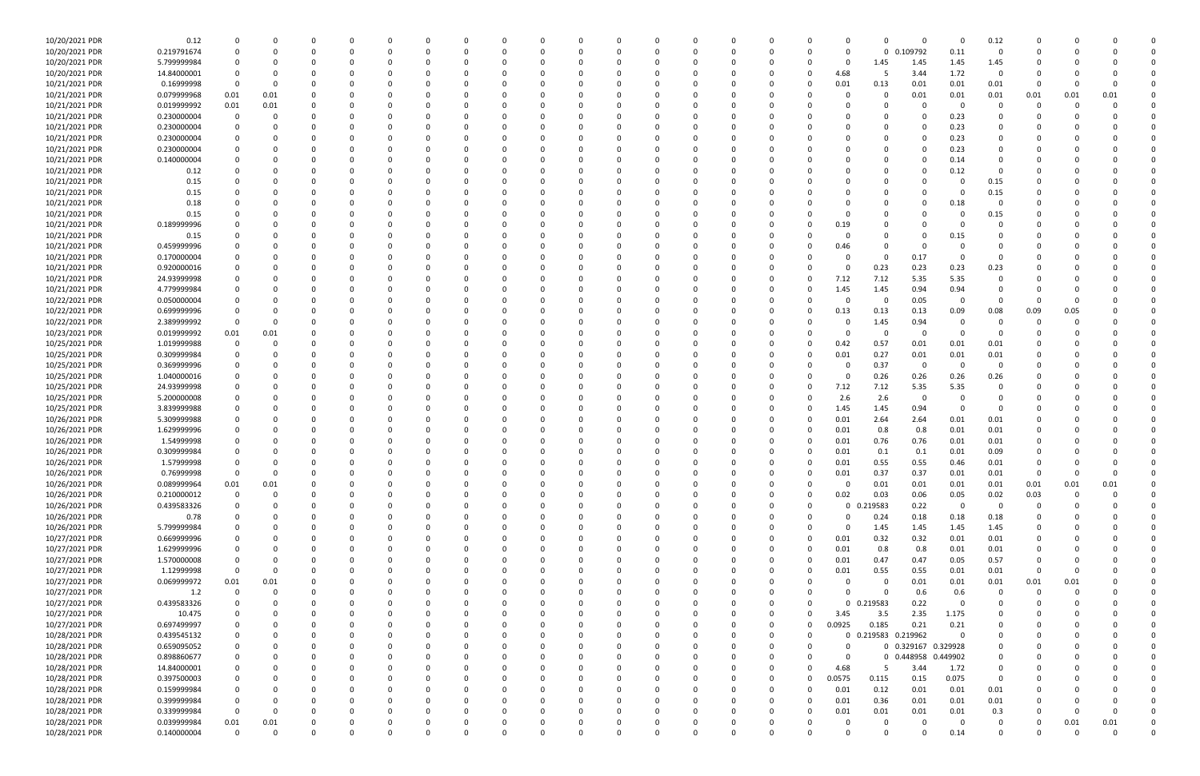| | | | | | | | | | | | | | | | | | | | | | | | | | | | | | | |
|---|---|---|---|---|---|---|---|---|---|---|---|---|---|---|---|---|---|---|---|---|---|---|---|---|---|---|---|---|---|---|
| 10/20/2021 PDR | 0.12 | 0 | 0 | 0 | 0 | 0 | 0 | 0 | 0 | 0 | 0 | 0 | 0 | 0 | 0 | 0 | 0 | 0 | 0 | 0 | 0 | 0 | 0 | 0 | 0.12 | 0 | 0 | 0 | 0 | 0 |
| 10/20/2021 PDR | 0.219791674 | 0 | 0 | 0 | 0 | 0 | 0 | 0 | 0 | 0 | 0 | 0 | 0 | 0 | 0 | 0 | 0 | 0 | 0 | 0 | 0 | 0 | 0.109792 | 0.11 | 0 | 0 | 0 | 0 | 0 | 0 |
| 10/20/2021 PDR | 5.799999984 | 0 | 0 | 0 | 0 | 0 | 0 | 0 | 0 | 0 | 0 | 0 | 0 | 0 | 0 | 0 | 0 | 0 | 0 | 0 | 0 | 1.45 | 1.45 | 1.45 | 1.45 | 0 | 0 | 0 | 0 | 0 |
| 10/20/2021 PDR | 14.84000001 | 0 | 0 | 0 | 0 | 0 | 0 | 0 | 0 | 0 | 0 | 0 | 0 | 0 | 0 | 0 | 0 | 0 | 0 | 0 | 4.68 | 5 | 3.44 | 1.72 | 0 | 0 | 0 | 0 | 0 | 0 |
| 10/21/2021 PDR | 0.16999998 | 0 | 0 | 0 | 0 | 0 | 0 | 0 | 0 | 0 | 0 | 0 | 0 | 0 | 0 | 0 | 0 | 0 | 0 | 0 | 0.01 | 0.13 | 0.01 | 0.01 | 0.01 | 0 | 0 | 0 | 0 | 0 |
| 10/21/2021 PDR | 0.079999968 | 0.01 | 0.01 | 0 | 0 | 0 | 0 | 0 | 0 | 0 | 0 | 0 | 0 | 0 | 0 | 0 | 0 | 0 | 0 | 0 | 0 | 0 | 0.01 | 0.01 | 0.01 | 0.01 | 0.01 | 0.01 | 0 | 0 |
| 10/21/2021 PDR | 0.019999992 | 0.01 | 0.01 | 0 | 0 | 0 | 0 | 0 | 0 | 0 | 0 | 0 | 0 | 0 | 0 | 0 | 0 | 0 | 0 | 0 | 0 | 0 | 0 | 0 | 0 | 0 | 0 | 0 | 0 | 0 |
| 10/21/2021 PDR | 0.230000004 | 0 | 0 | 0 | 0 | 0 | 0 | 0 | 0 | 0 | 0 | 0 | 0 | 0 | 0 | 0 | 0 | 0 | 0 | 0 | 0 | 0 | 0 | 0.23 | 0 | 0 | 0 | 0 | 0 | 0 |
| 10/21/2021 PDR | 0.230000004 | 0 | 0 | 0 | 0 | 0 | 0 | 0 | 0 | 0 | 0 | 0 | 0 | 0 | 0 | 0 | 0 | 0 | 0 | 0 | 0 | 0 | 0 | 0.23 | 0 | 0 | 0 | 0 | 0 | 0 |
| 10/21/2021 PDR | 0.230000004 | 0 | 0 | 0 | 0 | 0 | 0 | 0 | 0 | 0 | 0 | 0 | 0 | 0 | 0 | 0 | 0 | 0 | 0 | 0 | 0 | 0 | 0 | 0.23 | 0 | 0 | 0 | 0 | 0 | 0 |
| 10/21/2021 PDR | 0.230000004 | 0 | 0 | 0 | 0 | 0 | 0 | 0 | 0 | 0 | 0 | 0 | 0 | 0 | 0 | 0 | 0 | 0 | 0 | 0 | 0 | 0 | 0 | 0.23 | 0 | 0 | 0 | 0 | 0 | 0 |
| 10/21/2021 PDR | 0.140000004 | 0 | 0 | 0 | 0 | 0 | 0 | 0 | 0 | 0 | 0 | 0 | 0 | 0 | 0 | 0 | 0 | 0 | 0 | 0 | 0 | 0 | 0 | 0.14 | 0 | 0 | 0 | 0 | 0 | 0 |
| 10/21/2021 PDR | 0.12 | 0 | 0 | 0 | 0 | 0 | 0 | 0 | 0 | 0 | 0 | 0 | 0 | 0 | 0 | 0 | 0 | 0 | 0 | 0 | 0 | 0 | 0 | 0.12 | 0 | 0 | 0 | 0 | 0 | 0 |
| 10/21/2021 PDR | 0.15 | 0 | 0 | 0 | 0 | 0 | 0 | 0 | 0 | 0 | 0 | 0 | 0 | 0 | 0 | 0 | 0 | 0 | 0 | 0 | 0 | 0 | 0 | 0 | 0.15 | 0 | 0 | 0 | 0 | 0 |
| 10/21/2021 PDR | 0.15 | 0 | 0 | 0 | 0 | 0 | 0 | 0 | 0 | 0 | 0 | 0 | 0 | 0 | 0 | 0 | 0 | 0 | 0 | 0 | 0 | 0 | 0 | 0 | 0.15 | 0 | 0 | 0 | 0 | 0 |
| 10/21/2021 PDR | 0.18 | 0 | 0 | 0 | 0 | 0 | 0 | 0 | 0 | 0 | 0 | 0 | 0 | 0 | 0 | 0 | 0 | 0 | 0 | 0 | 0 | 0 | 0 | 0.18 | 0 | 0 | 0 | 0 | 0 | 0 |
| 10/21/2021 PDR | 0.15 | 0 | 0 | 0 | 0 | 0 | 0 | 0 | 0 | 0 | 0 | 0 | 0 | 0 | 0 | 0 | 0 | 0 | 0 | 0 | 0 | 0 | 0 | 0 | 0.15 | 0 | 0 | 0 | 0 | 0 |
| 10/21/2021 PDR | 0.189999996 | 0 | 0 | 0 | 0 | 0 | 0 | 0 | 0 | 0 | 0 | 0 | 0 | 0 | 0 | 0 | 0 | 0 | 0 | 0 | 0.19 | 0 | 0 | 0 | 0 | 0 | 0 | 0 | 0 | 0 |
| 10/21/2021 PDR | 0.15 | 0 | 0 | 0 | 0 | 0 | 0 | 0 | 0 | 0 | 0 | 0 | 0 | 0 | 0 | 0 | 0 | 0 | 0 | 0 | 0 | 0 | 0 | 0.15 | 0 | 0 | 0 | 0 | 0 | 0 |
| 10/21/2021 PDR | 0.459999996 | 0 | 0 | 0 | 0 | 0 | 0 | 0 | 0 | 0 | 0 | 0 | 0 | 0 | 0 | 0 | 0 | 0 | 0 | 0 | 0.46 | 0 | 0 | 0 | 0 | 0 | 0 | 0 | 0 | 0 |
| 10/21/2021 PDR | 0.170000004 | 0 | 0 | 0 | 0 | 0 | 0 | 0 | 0 | 0 | 0 | 0 | 0 | 0 | 0 | 0 | 0 | 0 | 0 | 0 | 0 | 0 | 0.17 | 0 | 0 | 0 | 0 | 0 | 0 | 0 |
| 10/21/2021 PDR | 0.920000016 | 0 | 0 | 0 | 0 | 0 | 0 | 0 | 0 | 0 | 0 | 0 | 0 | 0 | 0 | 0 | 0 | 0 | 0 | 0 | 0 | 0.23 | 0.23 | 0.23 | 0.23 | 0 | 0 | 0 | 0 | 0 |
| 10/21/2021 PDR | 24.93999998 | 0 | 0 | 0 | 0 | 0 | 0 | 0 | 0 | 0 | 0 | 0 | 0 | 0 | 0 | 0 | 0 | 0 | 0 | 0 | 7.12 | 7.12 | 5.35 | 5.35 | 0 | 0 | 0 | 0 | 0 | 0 |
| 10/21/2021 PDR | 4.779999984 | 0 | 0 | 0 | 0 | 0 | 0 | 0 | 0 | 0 | 0 | 0 | 0 | 0 | 0 | 0 | 0 | 0 | 0 | 0 | 1.45 | 1.45 | 0.94 | 0.94 | 0 | 0 | 0 | 0 | 0 | 0 |
| 10/22/2021 PDR | 0.050000004 | 0 | 0 | 0 | 0 | 0 | 0 | 0 | 0 | 0 | 0 | 0 | 0 | 0 | 0 | 0 | 0 | 0 | 0 | 0 | 0 | 0 | 0.05 | 0 | 0 | 0 | 0 | 0 | 0 | 0 |
| 10/22/2021 PDR | 0.699999996 | 0 | 0 | 0 | 0 | 0 | 0 | 0 | 0 | 0 | 0 | 0 | 0 | 0 | 0 | 0 | 0 | 0 | 0 | 0 | 0.13 | 0.13 | 0.13 | 0.09 | 0.08 | 0.09 | 0.05 | 0 | 0 | 0 |
| 10/22/2021 PDR | 2.389999992 | 0 | 0 | 0 | 0 | 0 | 0 | 0 | 0 | 0 | 0 | 0 | 0 | 0 | 0 | 0 | 0 | 0 | 0 | 0 | 0 | 1.45 | 0.94 | 0 | 0 | 0 | 0 | 0 | 0 | 0 |
| 10/23/2021 PDR | 0.019999992 | 0.01 | 0.01 | 0 | 0 | 0 | 0 | 0 | 0 | 0 | 0 | 0 | 0 | 0 | 0 | 0 | 0 | 0 | 0 | 0 | 0 | 0 | 0 | 0 | 0 | 0 | 0 | 0 | 0 | 0 |
| 10/25/2021 PDR | 1.019999988 | 0 | 0 | 0 | 0 | 0 | 0 | 0 | 0 | 0 | 0 | 0 | 0 | 0 | 0 | 0 | 0 | 0 | 0 | 0 | 0.42 | 0.57 | 0.01 | 0.01 | 0.01 | 0 | 0 | 0 | 0 | 0 |
| 10/25/2021 PDR | 0.309999984 | 0 | 0 | 0 | 0 | 0 | 0 | 0 | 0 | 0 | 0 | 0 | 0 | 0 | 0 | 0 | 0 | 0 | 0 | 0 | 0.01 | 0.27 | 0.01 | 0.01 | 0.01 | 0 | 0 | 0 | 0 | 0 |
| 10/25/2021 PDR | 0.369999996 | 0 | 0 | 0 | 0 | 0 | 0 | 0 | 0 | 0 | 0 | 0 | 0 | 0 | 0 | 0 | 0 | 0 | 0 | 0 | 0 | 0.37 | 0 | 0 | 0 | 0 | 0 | 0 | 0 | 0 |
| 10/25/2021 PDR | 1.040000016 | 0 | 0 | 0 | 0 | 0 | 0 | 0 | 0 | 0 | 0 | 0 | 0 | 0 | 0 | 0 | 0 | 0 | 0 | 0 | 0 | 0.26 | 0.26 | 0.26 | 0.26 | 0 | 0 | 0 | 0 | 0 |
| 10/25/2021 PDR | 24.93999998 | 0 | 0 | 0 | 0 | 0 | 0 | 0 | 0 | 0 | 0 | 0 | 0 | 0 | 0 | 0 | 0 | 0 | 0 | 0 | 7.12 | 7.12 | 5.35 | 5.35 | 0 | 0 | 0 | 0 | 0 | 0 |
| 10/25/2021 PDR | 5.200000008 | 0 | 0 | 0 | 0 | 0 | 0 | 0 | 0 | 0 | 0 | 0 | 0 | 0 | 0 | 0 | 0 | 0 | 0 | 0 | 2.6 | 2.6 | 0 | 0 | 0 | 0 | 0 | 0 | 0 | 0 |
| 10/25/2021 PDR | 3.839999988 | 0 | 0 | 0 | 0 | 0 | 0 | 0 | 0 | 0 | 0 | 0 | 0 | 0 | 0 | 0 | 0 | 0 | 0 | 0 | 1.45 | 1.45 | 0.94 | 0 | 0 | 0 | 0 | 0 | 0 | 0 |
| 10/26/2021 PDR | 5.309999988 | 0 | 0 | 0 | 0 | 0 | 0 | 0 | 0 | 0 | 0 | 0 | 0 | 0 | 0 | 0 | 0 | 0 | 0 | 0 | 0.01 | 2.64 | 2.64 | 0.01 | 0.01 | 0 | 0 | 0 | 0 | 0 |
| 10/26/2021 PDR | 1.629999996 | 0 | 0 | 0 | 0 | 0 | 0 | 0 | 0 | 0 | 0 | 0 | 0 | 0 | 0 | 0 | 0 | 0 | 0 | 0 | 0.01 | 0.8 | 0.8 | 0.01 | 0.01 | 0 | 0 | 0 | 0 | 0 |
| 10/26/2021 PDR | 1.54999998 | 0 | 0 | 0 | 0 | 0 | 0 | 0 | 0 | 0 | 0 | 0 | 0 | 0 | 0 | 0 | 0 | 0 | 0 | 0 | 0.01 | 0.76 | 0.76 | 0.01 | 0.01 | 0 | 0 | 0 | 0 | 0 |
| 10/26/2021 PDR | 0.309999984 | 0 | 0 | 0 | 0 | 0 | 0 | 0 | 0 | 0 | 0 | 0 | 0 | 0 | 0 | 0 | 0 | 0 | 0 | 0 | 0.01 | 0.1 | 0.1 | 0.01 | 0.09 | 0 | 0 | 0 | 0 | 0 |
| 10/26/2021 PDR | 1.57999998 | 0 | 0 | 0 | 0 | 0 | 0 | 0 | 0 | 0 | 0 | 0 | 0 | 0 | 0 | 0 | 0 | 0 | 0 | 0 | 0.01 | 0.55 | 0.55 | 0.46 | 0.01 | 0 | 0 | 0 | 0 | 0 |
| 10/26/2021 PDR | 0.76999998 | 0 | 0 | 0 | 0 | 0 | 0 | 0 | 0 | 0 | 0 | 0 | 0 | 0 | 0 | 0 | 0 | 0 | 0 | 0 | 0.01 | 0.37 | 0.37 | 0.01 | 0.01 | 0 | 0 | 0 | 0 | 0 |
| 10/26/2021 PDR | 0.089999964 | 0.01 | 0.01 | 0 | 0 | 0 | 0 | 0 | 0 | 0 | 0 | 0 | 0 | 0 | 0 | 0 | 0 | 0 | 0 | 0 | 0 | 0.01 | 0.01 | 0.01 | 0.01 | 0.01 | 0.01 | 0.01 | 0 | 0 |
| 10/26/2021 PDR | 0.210000012 | 0 | 0 | 0 | 0 | 0 | 0 | 0 | 0 | 0 | 0 | 0 | 0 | 0 | 0 | 0 | 0 | 0 | 0 | 0 | 0.02 | 0.03 | 0.06 | 0.05 | 0.02 | 0.03 | 0 | 0 | 0 | 0 |
| 10/26/2021 PDR | 0.439583326 | 0 | 0 | 0 | 0 | 0 | 0 | 0 | 0 | 0 | 0 | 0 | 0 | 0 | 0 | 0 | 0 | 0 | 0 | 0 | 0 | 0.219583 | 0.22 | 0 | 0 | 0 | 0 | 0 | 0 | 0 |
| 10/26/2021 PDR | 0.78 | 0 | 0 | 0 | 0 | 0 | 0 | 0 | 0 | 0 | 0 | 0 | 0 | 0 | 0 | 0 | 0 | 0 | 0 | 0 | 0 | 0.24 | 0.18 | 0.18 | 0.18 | 0 | 0 | 0 | 0 | 0 |
| 10/26/2021 PDR | 5.799999984 | 0 | 0 | 0 | 0 | 0 | 0 | 0 | 0 | 0 | 0 | 0 | 0 | 0 | 0 | 0 | 0 | 0 | 0 | 0 | 0 | 1.45 | 1.45 | 1.45 | 1.45 | 0 | 0 | 0 | 0 | 0 |
| 10/27/2021 PDR | 0.669999996 | 0 | 0 | 0 | 0 | 0 | 0 | 0 | 0 | 0 | 0 | 0 | 0 | 0 | 0 | 0 | 0 | 0 | 0 | 0 | 0.01 | 0.32 | 0.32 | 0.01 | 0.01 | 0 | 0 | 0 | 0 | 0 |
| 10/27/2021 PDR | 1.629999996 | 0 | 0 | 0 | 0 | 0 | 0 | 0 | 0 | 0 | 0 | 0 | 0 | 0 | 0 | 0 | 0 | 0 | 0 | 0 | 0.01 | 0.8 | 0.8 | 0.01 | 0.01 | 0 | 0 | 0 | 0 | 0 |
| 10/27/2021 PDR | 1.570000008 | 0 | 0 | 0 | 0 | 0 | 0 | 0 | 0 | 0 | 0 | 0 | 0 | 0 | 0 | 0 | 0 | 0 | 0 | 0 | 0.01 | 0.47 | 0.47 | 0.05 | 0.57 | 0 | 0 | 0 | 0 | 0 |
| 10/27/2021 PDR | 1.12999998 | 0 | 0 | 0 | 0 | 0 | 0 | 0 | 0 | 0 | 0 | 0 | 0 | 0 | 0 | 0 | 0 | 0 | 0 | 0 | 0.01 | 0.55 | 0.55 | 0.01 | 0.01 | 0 | 0 | 0 | 0 | 0 |
| 10/27/2021 PDR | 0.069999972 | 0.01 | 0.01 | 0 | 0 | 0 | 0 | 0 | 0 | 0 | 0 | 0 | 0 | 0 | 0 | 0 | 0 | 0 | 0 | 0 | 0 | 0 | 0.01 | 0.01 | 0.01 | 0.01 | 0.01 | 0 | 0 | 0 |
| 10/27/2021 PDR | 1.2 | 0 | 0 | 0 | 0 | 0 | 0 | 0 | 0 | 0 | 0 | 0 | 0 | 0 | 0 | 0 | 0 | 0 | 0 | 0 | 0 | 0 | 0.6 | 0.6 | 0 | 0 | 0 | 0 | 0 | 0 |
| 10/27/2021 PDR | 0.439583326 | 0 | 0 | 0 | 0 | 0 | 0 | 0 | 0 | 0 | 0 | 0 | 0 | 0 | 0 | 0 | 0 | 0 | 0 | 0 | 0 | 0.219583 | 0.22 | 0 | 0 | 0 | 0 | 0 | 0 | 0 |
| 10/27/2021 PDR | 10.475 | 0 | 0 | 0 | 0 | 0 | 0 | 0 | 0 | 0 | 0 | 0 | 0 | 0 | 0 | 0 | 0 | 0 | 0 | 0 | 3.45 | 3.5 | 2.35 | 1.175 | 0 | 0 | 0 | 0 | 0 | 0 |
| 10/27/2021 PDR | 0.697499997 | 0 | 0 | 0 | 0 | 0 | 0 | 0 | 0 | 0 | 0 | 0 | 0 | 0 | 0 | 0 | 0 | 0 | 0 | 0 | 0.0925 | 0.185 | 0.21 | 0.21 | 0 | 0 | 0 | 0 | 0 | 0 |
| 10/28/2021 PDR | 0.439545132 | 0 | 0 | 0 | 0 | 0 | 0 | 0 | 0 | 0 | 0 | 0 | 0 | 0 | 0 | 0 | 0 | 0 | 0 | 0 | 0 | 0.219583 | 0.219962 | 0 | 0 | 0 | 0 | 0 | 0 | 0 |
| 10/28/2021 PDR | 0.659095052 | 0 | 0 | 0 | 0 | 0 | 0 | 0 | 0 | 0 | 0 | 0 | 0 | 0 | 0 | 0 | 0 | 0 | 0 | 0 | 0 | 0 | 0.329167 | 0.329928 | 0 | 0 | 0 | 0 | 0 | 0 |
| 10/28/2021 PDR | 0.898860677 | 0 | 0 | 0 | 0 | 0 | 0 | 0 | 0 | 0 | 0 | 0 | 0 | 0 | 0 | 0 | 0 | 0 | 0 | 0 | 0 | 0 | 0.448958 | 0.449902 | 0 | 0 | 0 | 0 | 0 | 0 |
| 10/28/2021 PDR | 14.84000001 | 0 | 0 | 0 | 0 | 0 | 0 | 0 | 0 | 0 | 0 | 0 | 0 | 0 | 0 | 0 | 0 | 0 | 0 | 0 | 4.68 | 5 | 3.44 | 1.72 | 0 | 0 | 0 | 0 | 0 | 0 |
| 10/28/2021 PDR | 0.397500003 | 0 | 0 | 0 | 0 | 0 | 0 | 0 | 0 | 0 | 0 | 0 | 0 | 0 | 0 | 0 | 0 | 0 | 0 | 0 | 0.0575 | 0.115 | 0.15 | 0.075 | 0 | 0 | 0 | 0 | 0 | 0 |
| 10/28/2021 PDR | 0.159999984 | 0 | 0 | 0 | 0 | 0 | 0 | 0 | 0 | 0 | 0 | 0 | 0 | 0 | 0 | 0 | 0 | 0 | 0 | 0 | 0.01 | 0.12 | 0.01 | 0.01 | 0.01 | 0 | 0 | 0 | 0 | 0 |
| 10/28/2021 PDR | 0.399999984 | 0 | 0 | 0 | 0 | 0 | 0 | 0 | 0 | 0 | 0 | 0 | 0 | 0 | 0 | 0 | 0 | 0 | 0 | 0 | 0.01 | 0.36 | 0.01 | 0.01 | 0.01 | 0 | 0 | 0 | 0 | 0 |
| 10/28/2021 PDR | 0.339999984 | 0 | 0 | 0 | 0 | 0 | 0 | 0 | 0 | 0 | 0 | 0 | 0 | 0 | 0 | 0 | 0 | 0 | 0 | 0 | 0.01 | 0.01 | 0.01 | 0.01 | 0.3 | 0 | 0 | 0 | 0 | 0 |
| 10/28/2021 PDR | 0.039999984 | 0.01 | 0.01 | 0 | 0 | 0 | 0 | 0 | 0 | 0 | 0 | 0 | 0 | 0 | 0 | 0 | 0 | 0 | 0 | 0 | 0 | 0 | 0 | 0 | 0 | 0 | 0 | 0.01 | 0.01 | 0 |
| 10/28/2021 PDR | 0.140000004 | 0 | 0 | 0 | 0 | 0 | 0 | 0 | 0 | 0 | 0 | 0 | 0 | 0 | 0 | 0 | 0 | 0 | 0 | 0 | 0 | 0 | 0 | 0.14 | 0 | 0 | 0 | 0 | 0 | 0 |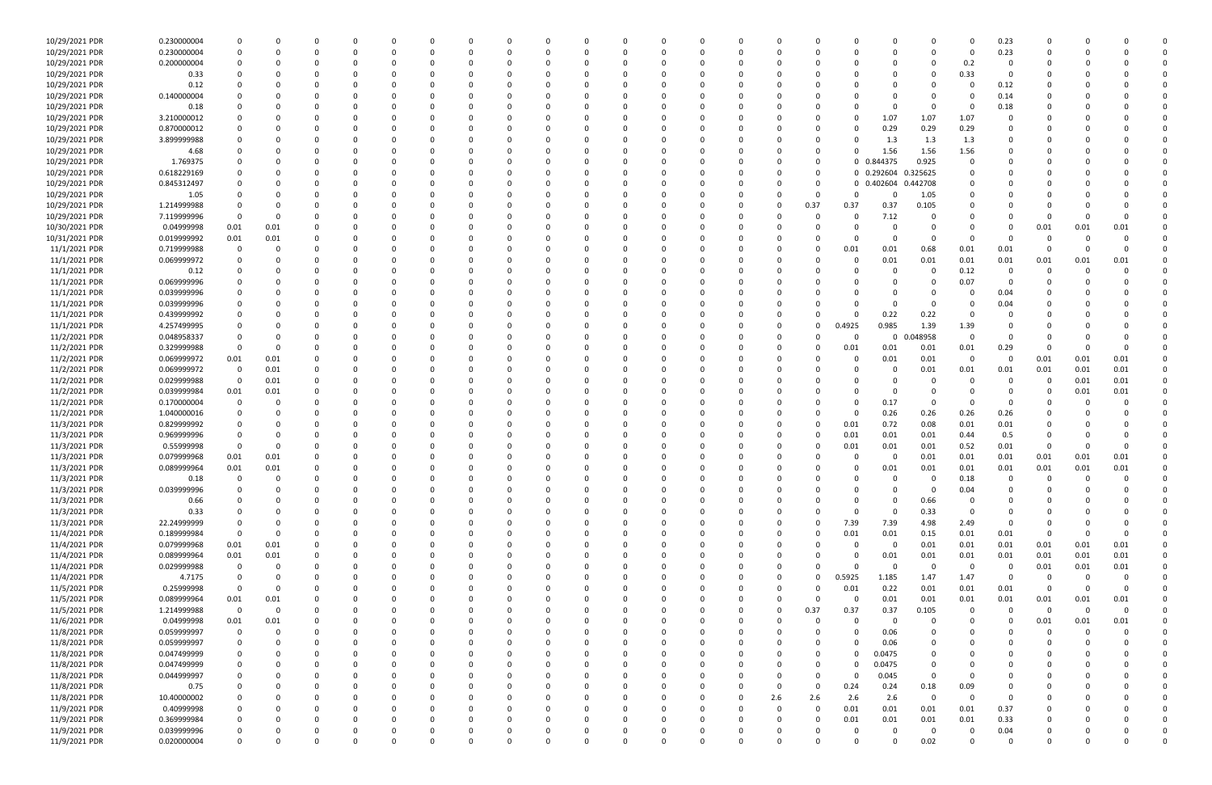| | | | | | | | | | | | | | | | | | | | | | | | | | | | | | | | |
|---|---|---|---|---|---|---|---|---|---|---|---|---|---|---|---|---|---|---|---|---|---|---|---|---|---|---|---|---|---|---|---|
| 10/29/2021 PDR | 0.230000004 | 0 | 0 | 0 | 0 | 0 | 0 | 0 | 0 | 0 | 0 | 0 | 0 | 0 | 0 | 0 | 0 | 0 | 0 | 0 | 0 | 0 | 0 | 0 | 0 | 0 | 0.23 | 0 | 0 | 0 | 0 |
| 10/29/2021 PDR | 0.230000004 | 0 | 0 | 0 | 0 | 0 | 0 | 0 | 0 | 0 | 0 | 0 | 0 | 0 | 0 | 0 | 0 | 0 | 0 | 0 | 0 | 0 | 0 | 0 | 0 | 0 | 0.23 | 0 | 0 | 0 | 0 |
| 10/29/2021 PDR | 0.200000004 | 0 | 0 | 0 | 0 | 0 | 0 | 0 | 0 | 0 | 0 | 0 | 0 | 0 | 0 | 0 | 0 | 0 | 0 | 0 | 0 | 0 | 0 | 0 | 0 | 0.2 | 0 | 0 | 0 | 0 | 0 |
| 10/29/2021 PDR | 0.33 | 0 | 0 | 0 | 0 | 0 | 0 | 0 | 0 | 0 | 0 | 0 | 0 | 0 | 0 | 0 | 0 | 0 | 0 | 0 | 0 | 0 | 0 | 0 | 0 | 0.33 | 0 | 0 | 0 | 0 | 0 |
| 10/29/2021 PDR | 0.12 | 0 | 0 | 0 | 0 | 0 | 0 | 0 | 0 | 0 | 0 | 0 | 0 | 0 | 0 | 0 | 0 | 0 | 0 | 0 | 0 | 0 | 0 | 0 | 0 | 0 | 0.12 | 0 | 0 | 0 | 0 |
| 10/29/2021 PDR | 0.140000004 | 0 | 0 | 0 | 0 | 0 | 0 | 0 | 0 | 0 | 0 | 0 | 0 | 0 | 0 | 0 | 0 | 0 | 0 | 0 | 0 | 0 | 0 | 0 | 0 | 0 | 0.14 | 0 | 0 | 0 | 0 |
| 10/29/2021 PDR | 0.18 | 0 | 0 | 0 | 0 | 0 | 0 | 0 | 0 | 0 | 0 | 0 | 0 | 0 | 0 | 0 | 0 | 0 | 0 | 0 | 0 | 0 | 0 | 0 | 0 | 0 | 0.18 | 0 | 0 | 0 | 0 |
| 10/29/2021 PDR | 3.210000012 | 0 | 0 | 0 | 0 | 0 | 0 | 0 | 0 | 0 | 0 | 0 | 0 | 0 | 0 | 0 | 0 | 0 | 0 | 0 | 0 | 0 | 0 | 1.07 | 1.07 | 1.07 | 0 | 0 | 0 | 0 | 0 |
| 10/29/2021 PDR | 0.870000012 | 0 | 0 | 0 | 0 | 0 | 0 | 0 | 0 | 0 | 0 | 0 | 0 | 0 | 0 | 0 | 0 | 0 | 0 | 0 | 0 | 0 | 0 | 0.29 | 0.29 | 0.29 | 0 | 0 | 0 | 0 | 0 |
| 10/29/2021 PDR | 3.899999988 | 0 | 0 | 0 | 0 | 0 | 0 | 0 | 0 | 0 | 0 | 0 | 0 | 0 | 0 | 0 | 0 | 0 | 0 | 0 | 0 | 0 | 0 | 1.3 | 1.3 | 1.3 | 0 | 0 | 0 | 0 | 0 |
| 10/29/2021 PDR | 4.68 | 0 | 0 | 0 | 0 | 0 | 0 | 0 | 0 | 0 | 0 | 0 | 0 | 0 | 0 | 0 | 0 | 0 | 0 | 0 | 0 | 0 | 0 | 1.56 | 1.56 | 1.56 | 0 | 0 | 0 | 0 | 0 |
| 10/29/2021 PDR | 1.769375 | 0 | 0 | 0 | 0 | 0 | 0 | 0 | 0 | 0 | 0 | 0 | 0 | 0 | 0 | 0 | 0 | 0 | 0 | 0 | 0 | 0 | 0 | 0.844375 | 0.925 | 0 | 0 | 0 | 0 | 0 | 0 |
| 10/29/2021 PDR | 0.618229169 | 0 | 0 | 0 | 0 | 0 | 0 | 0 | 0 | 0 | 0 | 0 | 0 | 0 | 0 | 0 | 0 | 0 | 0 | 0 | 0 | 0 | 0 | 0.292604 | 0.325625 | 0 | 0 | 0 | 0 | 0 | 0 |
| 10/29/2021 PDR | 0.845312497 | 0 | 0 | 0 | 0 | 0 | 0 | 0 | 0 | 0 | 0 | 0 | 0 | 0 | 0 | 0 | 0 | 0 | 0 | 0 | 0 | 0 | 0 | 0.402604 | 0.442708 | 0 | 0 | 0 | 0 | 0 | 0 |
| 10/29/2021 PDR | 1.05 | 0 | 0 | 0 | 0 | 0 | 0 | 0 | 0 | 0 | 0 | 0 | 0 | 0 | 0 | 0 | 0 | 0 | 0 | 0 | 0 | 0 | 0 | 0 | 1.05 | 0 | 0 | 0 | 0 | 0 | 0 |
| 10/29/2021 PDR | 1.214999988 | 0 | 0 | 0 | 0 | 0 | 0 | 0 | 0 | 0 | 0 | 0 | 0 | 0 | 0 | 0 | 0 | 0 | 0 | 0 | 0 | 0.37 | 0.37 | 0.37 | 0.105 | 0 | 0 | 0 | 0 | 0 | 0 |
| 10/29/2021 PDR | 7.119999996 | 0 | 0 | 0 | 0 | 0 | 0 | 0 | 0 | 0 | 0 | 0 | 0 | 0 | 0 | 0 | 0 | 0 | 0 | 0 | 0 | 0 | 0 | 7.12 | 0 | 0 | 0 | 0 | 0 | 0 | 0 |
| 10/30/2021 PDR | 0.04999998 | 0.01 | 0.01 | 0 | 0 | 0 | 0 | 0 | 0 | 0 | 0 | 0 | 0 | 0 | 0 | 0 | 0 | 0 | 0 | 0 | 0 | 0 | 0 | 0 | 0 | 0 | 0 | 0.01 | 0.01 | 0.01 | 0 |
| 10/31/2021 PDR | 0.019999992 | 0.01 | 0.01 | 0 | 0 | 0 | 0 | 0 | 0 | 0 | 0 | 0 | 0 | 0 | 0 | 0 | 0 | 0 | 0 | 0 | 0 | 0 | 0 | 0 | 0 | 0 | 0 | 0 | 0 | 0 | 0 |
| 11/1/2021 PDR | 0.719999988 | 0 | 0 | 0 | 0 | 0 | 0 | 0 | 0 | 0 | 0 | 0 | 0 | 0 | 0 | 0 | 0 | 0 | 0 | 0 | 0 | 0 | 0.01 | 0.01 | 0.68 | 0.01 | 0.01 | 0 | 0 | 0 | 0 |
| 11/1/2021 PDR | 0.069999972 | 0 | 0 | 0 | 0 | 0 | 0 | 0 | 0 | 0 | 0 | 0 | 0 | 0 | 0 | 0 | 0 | 0 | 0 | 0 | 0 | 0 | 0 | 0.01 | 0.01 | 0.01 | 0.01 | 0.01 | 0.01 | 0.01 | 0 |
| 11/1/2021 PDR | 0.12 | 0 | 0 | 0 | 0 | 0 | 0 | 0 | 0 | 0 | 0 | 0 | 0 | 0 | 0 | 0 | 0 | 0 | 0 | 0 | 0 | 0 | 0 | 0 | 0 | 0.12 | 0 | 0 | 0 | 0 | 0 |
| 11/1/2021 PDR | 0.069999996 | 0 | 0 | 0 | 0 | 0 | 0 | 0 | 0 | 0 | 0 | 0 | 0 | 0 | 0 | 0 | 0 | 0 | 0 | 0 | 0 | 0 | 0 | 0 | 0 | 0.07 | 0 | 0 | 0 | 0 | 0 |
| 11/1/2021 PDR | 0.039999996 | 0 | 0 | 0 | 0 | 0 | 0 | 0 | 0 | 0 | 0 | 0 | 0 | 0 | 0 | 0 | 0 | 0 | 0 | 0 | 0 | 0 | 0 | 0 | 0 | 0 | 0.04 | 0 | 0 | 0 | 0 |
| 11/1/2021 PDR | 0.039999996 | 0 | 0 | 0 | 0 | 0 | 0 | 0 | 0 | 0 | 0 | 0 | 0 | 0 | 0 | 0 | 0 | 0 | 0 | 0 | 0 | 0 | 0 | 0 | 0 | 0 | 0.04 | 0 | 0 | 0 | 0 |
| 11/1/2021 PDR | 0.439999992 | 0 | 0 | 0 | 0 | 0 | 0 | 0 | 0 | 0 | 0 | 0 | 0 | 0 | 0 | 0 | 0 | 0 | 0 | 0 | 0 | 0 | 0 | 0.22 | 0.22 | 0 | 0 | 0 | 0 | 0 | 0 |
| 11/1/2021 PDR | 4.257499995 | 0 | 0 | 0 | 0 | 0 | 0 | 0 | 0 | 0 | 0 | 0 | 0 | 0 | 0 | 0 | 0 | 0 | 0 | 0 | 0 | 0 | 0.4925 | 0.985 | 1.39 | 1.39 | 0 | 0 | 0 | 0 | 0 |
| 11/2/2021 PDR | 0.048958337 | 0 | 0 | 0 | 0 | 0 | 0 | 0 | 0 | 0 | 0 | 0 | 0 | 0 | 0 | 0 | 0 | 0 | 0 | 0 | 0 | 0 | 0 | 0 | 0.048958 | 0 | 0 | 0 | 0 | 0 | 0 |
| 11/2/2021 PDR | 0.329999988 | 0 | 0 | 0 | 0 | 0 | 0 | 0 | 0 | 0 | 0 | 0 | 0 | 0 | 0 | 0 | 0 | 0 | 0 | 0 | 0 | 0 | 0.01 | 0.01 | 0.01 | 0.01 | 0.29 | 0 | 0 | 0 | 0 |
| 11/2/2021 PDR | 0.069999972 | 0.01 | 0.01 | 0 | 0 | 0 | 0 | 0 | 0 | 0 | 0 | 0 | 0 | 0 | 0 | 0 | 0 | 0 | 0 | 0 | 0 | 0 | 0 | 0.01 | 0.01 | 0 | 0 | 0.01 | 0.01 | 0.01 | 0 |
| 11/2/2021 PDR | 0.069999972 | 0 | 0.01 | 0 | 0 | 0 | 0 | 0 | 0 | 0 | 0 | 0 | 0 | 0 | 0 | 0 | 0 | 0 | 0 | 0 | 0 | 0 | 0 | 0 | 0.01 | 0.01 | 0.01 | 0.01 | 0.01 | 0.01 | 0 |
| 11/2/2021 PDR | 0.029999988 | 0 | 0.01 | 0 | 0 | 0 | 0 | 0 | 0 | 0 | 0 | 0 | 0 | 0 | 0 | 0 | 0 | 0 | 0 | 0 | 0 | 0 | 0 | 0 | 0 | 0 | 0 | 0 | 0.01 | 0.01 | 0 |
| 11/2/2021 PDR | 0.039999984 | 0.01 | 0.01 | 0 | 0 | 0 | 0 | 0 | 0 | 0 | 0 | 0 | 0 | 0 | 0 | 0 | 0 | 0 | 0 | 0 | 0 | 0 | 0 | 0 | 0 | 0 | 0 | 0 | 0.01 | 0.01 | 0 |
| 11/2/2021 PDR | 0.170000004 | 0 | 0 | 0 | 0 | 0 | 0 | 0 | 0 | 0 | 0 | 0 | 0 | 0 | 0 | 0 | 0 | 0 | 0 | 0 | 0 | 0 | 0 | 0.17 | 0 | 0 | 0 | 0 | 0 | 0 | 0 |
| 11/2/2021 PDR | 1.040000016 | 0 | 0 | 0 | 0 | 0 | 0 | 0 | 0 | 0 | 0 | 0 | 0 | 0 | 0 | 0 | 0 | 0 | 0 | 0 | 0 | 0 | 0 | 0.26 | 0.26 | 0.26 | 0.26 | 0 | 0 | 0 | 0 |
| 11/3/2021 PDR | 0.829999992 | 0 | 0 | 0 | 0 | 0 | 0 | 0 | 0 | 0 | 0 | 0 | 0 | 0 | 0 | 0 | 0 | 0 | 0 | 0 | 0 | 0 | 0.01 | 0.72 | 0.08 | 0.01 | 0.01 | 0 | 0 | 0 | 0 |
| 11/3/2021 PDR | 0.969999996 | 0 | 0 | 0 | 0 | 0 | 0 | 0 | 0 | 0 | 0 | 0 | 0 | 0 | 0 | 0 | 0 | 0 | 0 | 0 | 0 | 0 | 0.01 | 0.01 | 0.01 | 0.44 | 0.5 | 0 | 0 | 0 | 0 |
| 11/3/2021 PDR | 0.55999998 | 0 | 0 | 0 | 0 | 0 | 0 | 0 | 0 | 0 | 0 | 0 | 0 | 0 | 0 | 0 | 0 | 0 | 0 | 0 | 0 | 0 | 0.01 | 0.01 | 0.01 | 0.52 | 0.01 | 0 | 0 | 0 | 0 |
| 11/3/2021 PDR | 0.079999968 | 0.01 | 0.01 | 0 | 0 | 0 | 0 | 0 | 0 | 0 | 0 | 0 | 0 | 0 | 0 | 0 | 0 | 0 | 0 | 0 | 0 | 0 | 0 | 0 | 0.01 | 0.01 | 0.01 | 0.01 | 0.01 | 0.01 | 0 |
| 11/3/2021 PDR | 0.089999964 | 0.01 | 0.01 | 0 | 0 | 0 | 0 | 0 | 0 | 0 | 0 | 0 | 0 | 0 | 0 | 0 | 0 | 0 | 0 | 0 | 0 | 0 | 0 | 0.01 | 0.01 | 0.01 | 0.01 | 0.01 | 0.01 | 0.01 | 0 |
| 11/3/2021 PDR | 0.18 | 0 | 0 | 0 | 0 | 0 | 0 | 0 | 0 | 0 | 0 | 0 | 0 | 0 | 0 | 0 | 0 | 0 | 0 | 0 | 0 | 0 | 0 | 0 | 0 | 0.18 | 0 | 0 | 0 | 0 | 0 |
| 11/3/2021 PDR | 0.039999996 | 0 | 0 | 0 | 0 | 0 | 0 | 0 | 0 | 0 | 0 | 0 | 0 | 0 | 0 | 0 | 0 | 0 | 0 | 0 | 0 | 0 | 0 | 0 | 0 | 0.04 | 0 | 0 | 0 | 0 | 0 |
| 11/3/2021 PDR | 0.66 | 0 | 0 | 0 | 0 | 0 | 0 | 0 | 0 | 0 | 0 | 0 | 0 | 0 | 0 | 0 | 0 | 0 | 0 | 0 | 0 | 0 | 0 | 0 | 0.66 | 0 | 0 | 0 | 0 | 0 | 0 |
| 11/3/2021 PDR | 0.33 | 0 | 0 | 0 | 0 | 0 | 0 | 0 | 0 | 0 | 0 | 0 | 0 | 0 | 0 | 0 | 0 | 0 | 0 | 0 | 0 | 0 | 0 | 0 | 0.33 | 0 | 0 | 0 | 0 | 0 | 0 |
| 11/3/2021 PDR | 22.24999999 | 0 | 0 | 0 | 0 | 0 | 0 | 0 | 0 | 0 | 0 | 0 | 0 | 0 | 0 | 0 | 0 | 0 | 0 | 0 | 0 | 0 | 7.39 | 7.39 | 4.98 | 2.49 | 0 | 0 | 0 | 0 | 0 |
| 11/4/2021 PDR | 0.189999984 | 0 | 0 | 0 | 0 | 0 | 0 | 0 | 0 | 0 | 0 | 0 | 0 | 0 | 0 | 0 | 0 | 0 | 0 | 0 | 0 | 0 | 0.01 | 0.01 | 0.15 | 0.01 | 0.01 | 0 | 0 | 0 | 0 |
| 11/4/2021 PDR | 0.079999968 | 0.01 | 0.01 | 0 | 0 | 0 | 0 | 0 | 0 | 0 | 0 | 0 | 0 | 0 | 0 | 0 | 0 | 0 | 0 | 0 | 0 | 0 | 0 | 0 | 0.01 | 0.01 | 0.01 | 0.01 | 0.01 | 0.01 | 0 |
| 11/4/2021 PDR | 0.089999964 | 0.01 | 0.01 | 0 | 0 | 0 | 0 | 0 | 0 | 0 | 0 | 0 | 0 | 0 | 0 | 0 | 0 | 0 | 0 | 0 | 0 | 0 | 0 | 0.01 | 0.01 | 0.01 | 0.01 | 0.01 | 0.01 | 0.01 | 0 |
| 11/4/2021 PDR | 0.029999988 | 0 | 0 | 0 | 0 | 0 | 0 | 0 | 0 | 0 | 0 | 0 | 0 | 0 | 0 | 0 | 0 | 0 | 0 | 0 | 0 | 0 | 0 | 0 | 0 | 0 | 0 | 0.01 | 0.01 | 0.01 | 0 |
| 11/4/2021 PDR | 4.7175 | 0 | 0 | 0 | 0 | 0 | 0 | 0 | 0 | 0 | 0 | 0 | 0 | 0 | 0 | 0 | 0 | 0 | 0 | 0 | 0 | 0 | 0.5925 | 1.185 | 1.47 | 1.47 | 0 | 0 | 0 | 0 | 0 |
| 11/5/2021 PDR | 0.25999998 | 0 | 0 | 0 | 0 | 0 | 0 | 0 | 0 | 0 | 0 | 0 | 0 | 0 | 0 | 0 | 0 | 0 | 0 | 0 | 0 | 0 | 0.01 | 0.22 | 0.01 | 0.01 | 0.01 | 0 | 0 | 0 | 0 |
| 11/5/2021 PDR | 0.089999964 | 0.01 | 0.01 | 0 | 0 | 0 | 0 | 0 | 0 | 0 | 0 | 0 | 0 | 0 | 0 | 0 | 0 | 0 | 0 | 0 | 0 | 0 | 0 | 0.01 | 0.01 | 0.01 | 0.01 | 0.01 | 0.01 | 0.01 | 0 |
| 11/5/2021 PDR | 1.214999988 | 0 | 0 | 0 | 0 | 0 | 0 | 0 | 0 | 0 | 0 | 0 | 0 | 0 | 0 | 0 | 0 | 0 | 0 | 0 | 0 | 0.37 | 0.37 | 0.37 | 0.105 | 0 | 0 | 0 | 0 | 0 | 0 |
| 11/6/2021 PDR | 0.04999998 | 0.01 | 0.01 | 0 | 0 | 0 | 0 | 0 | 0 | 0 | 0 | 0 | 0 | 0 | 0 | 0 | 0 | 0 | 0 | 0 | 0 | 0 | 0 | 0 | 0 | 0 | 0 | 0.01 | 0.01 | 0.01 | 0 |
| 11/8/2021 PDR | 0.059999997 | 0 | 0 | 0 | 0 | 0 | 0 | 0 | 0 | 0 | 0 | 0 | 0 | 0 | 0 | 0 | 0 | 0 | 0 | 0 | 0 | 0 | 0 | 0.06 | 0 | 0 | 0 | 0 | 0 | 0 | 0 |
| 11/8/2021 PDR | 0.059999997 | 0 | 0 | 0 | 0 | 0 | 0 | 0 | 0 | 0 | 0 | 0 | 0 | 0 | 0 | 0 | 0 | 0 | 0 | 0 | 0 | 0 | 0 | 0.06 | 0 | 0 | 0 | 0 | 0 | 0 | 0 |
| 11/8/2021 PDR | 0.047499999 | 0 | 0 | 0 | 0 | 0 | 0 | 0 | 0 | 0 | 0 | 0 | 0 | 0 | 0 | 0 | 0 | 0 | 0 | 0 | 0 | 0 | 0 | 0.0475 | 0 | 0 | 0 | 0 | 0 | 0 | 0 |
| 11/8/2021 PDR | 0.047499999 | 0 | 0 | 0 | 0 | 0 | 0 | 0 | 0 | 0 | 0 | 0 | 0 | 0 | 0 | 0 | 0 | 0 | 0 | 0 | 0 | 0 | 0 | 0.0475 | 0 | 0 | 0 | 0 | 0 | 0 | 0 |
| 11/8/2021 PDR | 0.044999997 | 0 | 0 | 0 | 0 | 0 | 0 | 0 | 0 | 0 | 0 | 0 | 0 | 0 | 0 | 0 | 0 | 0 | 0 | 0 | 0 | 0 | 0 | 0.045 | 0 | 0 | 0 | 0 | 0 | 0 | 0 |
| 11/8/2021 PDR | 0.75 | 0 | 0 | 0 | 0 | 0 | 0 | 0 | 0 | 0 | 0 | 0 | 0 | 0 | 0 | 0 | 0 | 0 | 0 | 0 | 0 | 0 | 0.24 | 0.24 | 0.18 | 0.09 | 0 | 0 | 0 | 0 | 0 |
| 11/8/2021 PDR | 10.40000002 | 0 | 0 | 0 | 0 | 0 | 0 | 0 | 0 | 0 | 0 | 0 | 0 | 0 | 0 | 0 | 0 | 0 | 0 | 0 | 2.6 | 2.6 | 2.6 | 2.6 | 0 | 0 | 0 | 0 | 0 | 0 | 0 |
| 11/9/2021 PDR | 0.40999998 | 0 | 0 | 0 | 0 | 0 | 0 | 0 | 0 | 0 | 0 | 0 | 0 | 0 | 0 | 0 | 0 | 0 | 0 | 0 | 0 | 0 | 0.01 | 0.01 | 0.01 | 0.01 | 0.37 | 0 | 0 | 0 | 0 |
| 11/9/2021 PDR | 0.369999984 | 0 | 0 | 0 | 0 | 0 | 0 | 0 | 0 | 0 | 0 | 0 | 0 | 0 | 0 | 0 | 0 | 0 | 0 | 0 | 0 | 0 | 0.01 | 0.01 | 0.01 | 0.01 | 0.33 | 0 | 0 | 0 | 0 |
| 11/9/2021 PDR | 0.039999996 | 0 | 0 | 0 | 0 | 0 | 0 | 0 | 0 | 0 | 0 | 0 | 0 | 0 | 0 | 0 | 0 | 0 | 0 | 0 | 0 | 0 | 0 | 0 | 0 | 0 | 0.04 | 0 | 0 | 0 | 0 |
| 11/9/2021 PDR | 0.020000004 | 0 | 0 | 0 | 0 | 0 | 0 | 0 | 0 | 0 | 0 | 0 | 0 | 0 | 0 | 0 | 0 | 0 | 0 | 0 | 0 | 0 | 0 | 0 | 0.02 | 0 | 0 | 0 | 0 | 0 | 0 |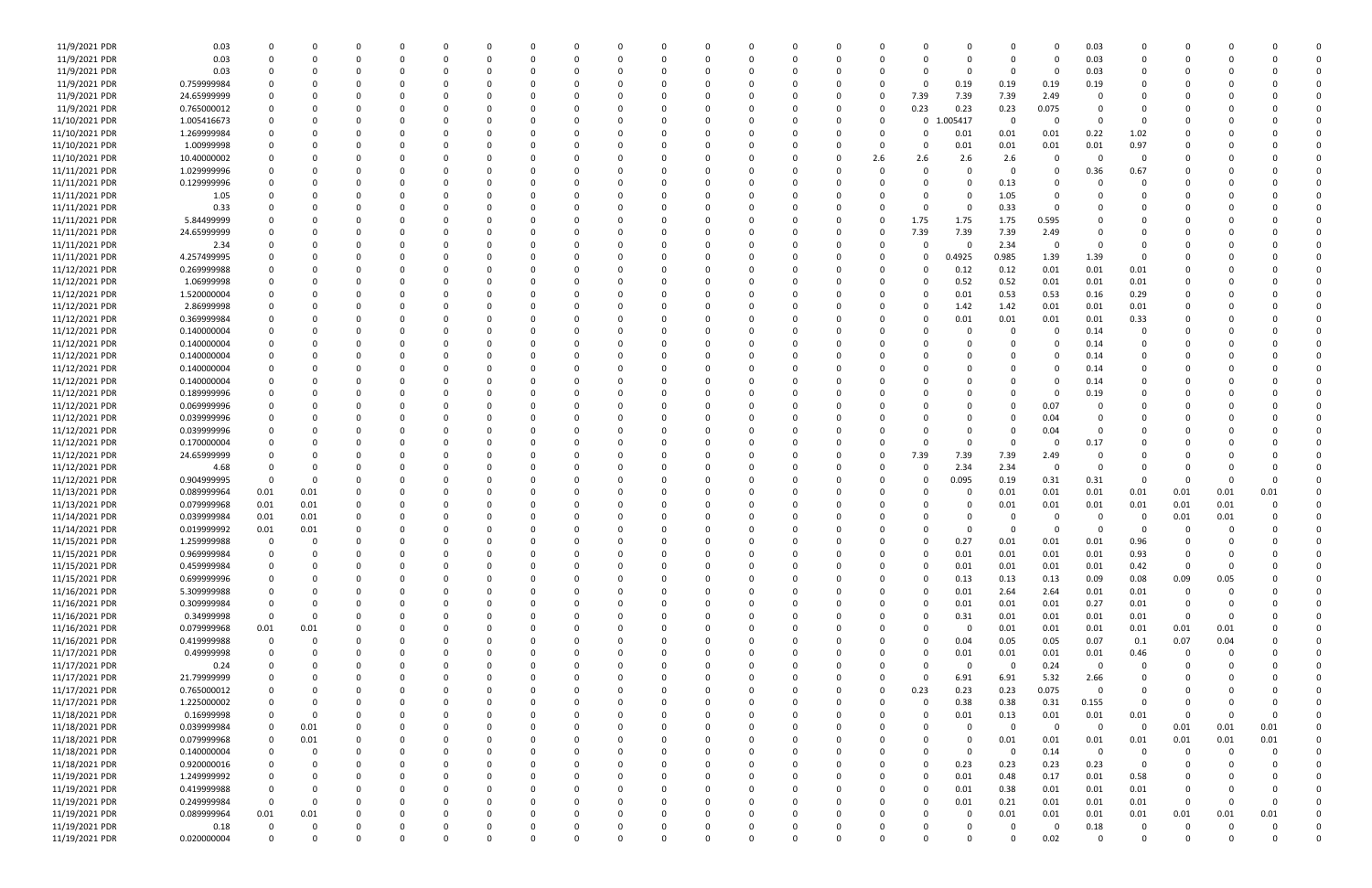| | | | | | | | | | | | | | | | | | | | | | | | | | | | | |
|---|---|---|---|---|---|---|---|---|---|---|---|---|---|---|---|---|---|---|---|---|---|---|---|---|---|---|---|---|
| 11/9/2021 PDR | 0.03 | 0 | 0 | 0 | 0 | 0 | 0 | 0 | 0 | 0 | 0 | 0 | 0 | 0 | 0 | 0 | 0 | 0 | 0 | 0 | 0 | 0.03 | 0 | 0 | 0 | 0 | 0 | 0 |
| 11/9/2021 PDR | 0.03 | 0 | 0 | 0 | 0 | 0 | 0 | 0 | 0 | 0 | 0 | 0 | 0 | 0 | 0 | 0 | 0 | 0 | 0 | 0 | 0 | 0.03 | 0 | 0 | 0 | 0 | 0 | 0 |
| 11/9/2021 PDR | 0.03 | 0 | 0 | 0 | 0 | 0 | 0 | 0 | 0 | 0 | 0 | 0 | 0 | 0 | 0 | 0 | 0 | 0 | 0 | 0 | 0 | 0.03 | 0 | 0 | 0 | 0 | 0 | 0 |
| 11/9/2021 PDR | 0.759999984 | 0 | 0 | 0 | 0 | 0 | 0 | 0 | 0 | 0 | 0 | 0 | 0 | 0 | 0 | 0 | 0 | 0 | 0.19 | 0.19 | 0.19 | 0.19 | 0 | 0 | 0 | 0 | 0 | 0 |
| 11/9/2021 PDR | 24.65999999 | 0 | 0 | 0 | 0 | 0 | 0 | 0 | 0 | 0 | 0 | 0 | 0 | 0 | 0 | 0 | 0 | 7.39 | 7.39 | 7.39 | 2.49 | 0 | 0 | 0 | 0 | 0 | 0 | 0 |
| 11/9/2021 PDR | 0.765000012 | 0 | 0 | 0 | 0 | 0 | 0 | 0 | 0 | 0 | 0 | 0 | 0 | 0 | 0 | 0 | 0 | 0.23 | 0.23 | 0.23 | 0.075 | 0 | 0 | 0 | 0 | 0 | 0 | 0 |
| 11/10/2021 PDR | 1.005416673 | 0 | 0 | 0 | 0 | 0 | 0 | 0 | 0 | 0 | 0 | 0 | 0 | 0 | 0 | 0 | 0 | 0 | 1.005417 | 0 | 0 | 0 | 0 | 0 | 0 | 0 | 0 | 0 |
| 11/10/2021 PDR | 1.269999984 | 0 | 0 | 0 | 0 | 0 | 0 | 0 | 0 | 0 | 0 | 0 | 0 | 0 | 0 | 0 | 0 | 0 | 0.01 | 0.01 | 0.01 | 0.22 | 1.02 | 0 | 0 | 0 | 0 | 0 |
| 11/10/2021 PDR | 1.00999998 | 0 | 0 | 0 | 0 | 0 | 0 | 0 | 0 | 0 | 0 | 0 | 0 | 0 | 0 | 0 | 0 | 0 | 0.01 | 0.01 | 0.01 | 0.01 | 0.97 | 0 | 0 | 0 | 0 | 0 |
| 11/10/2021 PDR | 10.40000002 | 0 | 0 | 0 | 0 | 0 | 0 | 0 | 0 | 0 | 0 | 0 | 0 | 0 | 0 | 0 | 2.6 | 2.6 | 2.6 | 2.6 | 0 | 0 | 0 | 0 | 0 | 0 | 0 | 0 |
| 11/11/2021 PDR | 1.029999996 | 0 | 0 | 0 | 0 | 0 | 0 | 0 | 0 | 0 | 0 | 0 | 0 | 0 | 0 | 0 | 0 | 0 | 0 | 0 | 0 | 0.36 | 0.67 | 0 | 0 | 0 | 0 | 0 |
| 11/11/2021 PDR | 0.129999996 | 0 | 0 | 0 | 0 | 0 | 0 | 0 | 0 | 0 | 0 | 0 | 0 | 0 | 0 | 0 | 0 | 0 | 0 | 0.13 | 0 | 0 | 0 | 0 | 0 | 0 | 0 | 0 |
| 11/11/2021 PDR | 1.05 | 0 | 0 | 0 | 0 | 0 | 0 | 0 | 0 | 0 | 0 | 0 | 0 | 0 | 0 | 0 | 0 | 0 | 0 | 1.05 | 0 | 0 | 0 | 0 | 0 | 0 | 0 | 0 |
| 11/11/2021 PDR | 0.33 | 0 | 0 | 0 | 0 | 0 | 0 | 0 | 0 | 0 | 0 | 0 | 0 | 0 | 0 | 0 | 0 | 0 | 0 | 0.33 | 0 | 0 | 0 | 0 | 0 | 0 | 0 | 0 |
| 11/11/2021 PDR | 5.84499999 | 0 | 0 | 0 | 0 | 0 | 0 | 0 | 0 | 0 | 0 | 0 | 0 | 0 | 0 | 0 | 0 | 1.75 | 1.75 | 1.75 | 0.595 | 0 | 0 | 0 | 0 | 0 | 0 | 0 |
| 11/11/2021 PDR | 24.65999999 | 0 | 0 | 0 | 0 | 0 | 0 | 0 | 0 | 0 | 0 | 0 | 0 | 0 | 0 | 0 | 0 | 7.39 | 7.39 | 7.39 | 2.49 | 0 | 0 | 0 | 0 | 0 | 0 | 0 |
| 11/11/2021 PDR | 2.34 | 0 | 0 | 0 | 0 | 0 | 0 | 0 | 0 | 0 | 0 | 0 | 0 | 0 | 0 | 0 | 0 | 0 | 0 | 2.34 | 0 | 0 | 0 | 0 | 0 | 0 | 0 | 0 |
| 11/11/2021 PDR | 4.257499995 | 0 | 0 | 0 | 0 | 0 | 0 | 0 | 0 | 0 | 0 | 0 | 0 | 0 | 0 | 0 | 0 | 0 | 0.4925 | 0.985 | 1.39 | 1.39 | 0 | 0 | 0 | 0 | 0 | 0 |
| 11/12/2021 PDR | 0.269999988 | 0 | 0 | 0 | 0 | 0 | 0 | 0 | 0 | 0 | 0 | 0 | 0 | 0 | 0 | 0 | 0 | 0 | 0.12 | 0.12 | 0.01 | 0.01 | 0.01 | 0 | 0 | 0 | 0 | 0 |
| 11/12/2021 PDR | 1.06999998 | 0 | 0 | 0 | 0 | 0 | 0 | 0 | 0 | 0 | 0 | 0 | 0 | 0 | 0 | 0 | 0 | 0 | 0.52 | 0.52 | 0.01 | 0.01 | 0.01 | 0 | 0 | 0 | 0 | 0 |
| 11/12/2021 PDR | 1.520000004 | 0 | 0 | 0 | 0 | 0 | 0 | 0 | 0 | 0 | 0 | 0 | 0 | 0 | 0 | 0 | 0 | 0 | 0.01 | 0.53 | 0.53 | 0.16 | 0.29 | 0 | 0 | 0 | 0 | 0 |
| 11/12/2021 PDR | 2.86999998 | 0 | 0 | 0 | 0 | 0 | 0 | 0 | 0 | 0 | 0 | 0 | 0 | 0 | 0 | 0 | 0 | 0 | 1.42 | 1.42 | 0.01 | 0.01 | 0.01 | 0 | 0 | 0 | 0 | 0 |
| 11/12/2021 PDR | 0.369999984 | 0 | 0 | 0 | 0 | 0 | 0 | 0 | 0 | 0 | 0 | 0 | 0 | 0 | 0 | 0 | 0 | 0 | 0.01 | 0.01 | 0.01 | 0.01 | 0.33 | 0 | 0 | 0 | 0 | 0 |
| 11/12/2021 PDR | 0.140000004 | 0 | 0 | 0 | 0 | 0 | 0 | 0 | 0 | 0 | 0 | 0 | 0 | 0 | 0 | 0 | 0 | 0 | 0 | 0 | 0 | 0.14 | 0 | 0 | 0 | 0 | 0 | 0 |
| 11/12/2021 PDR | 0.140000004 | 0 | 0 | 0 | 0 | 0 | 0 | 0 | 0 | 0 | 0 | 0 | 0 | 0 | 0 | 0 | 0 | 0 | 0 | 0 | 0 | 0.14 | 0 | 0 | 0 | 0 | 0 | 0 |
| 11/12/2021 PDR | 0.140000004 | 0 | 0 | 0 | 0 | 0 | 0 | 0 | 0 | 0 | 0 | 0 | 0 | 0 | 0 | 0 | 0 | 0 | 0 | 0 | 0 | 0.14 | 0 | 0 | 0 | 0 | 0 | 0 |
| 11/12/2021 PDR | 0.140000004 | 0 | 0 | 0 | 0 | 0 | 0 | 0 | 0 | 0 | 0 | 0 | 0 | 0 | 0 | 0 | 0 | 0 | 0 | 0 | 0 | 0.14 | 0 | 0 | 0 | 0 | 0 | 0 |
| 11/12/2021 PDR | 0.140000004 | 0 | 0 | 0 | 0 | 0 | 0 | 0 | 0 | 0 | 0 | 0 | 0 | 0 | 0 | 0 | 0 | 0 | 0 | 0 | 0 | 0.14 | 0 | 0 | 0 | 0 | 0 | 0 |
| 11/12/2021 PDR | 0.189999996 | 0 | 0 | 0 | 0 | 0 | 0 | 0 | 0 | 0 | 0 | 0 | 0 | 0 | 0 | 0 | 0 | 0 | 0 | 0 | 0 | 0.19 | 0 | 0 | 0 | 0 | 0 | 0 |
| 11/12/2021 PDR | 0.069999996 | 0 | 0 | 0 | 0 | 0 | 0 | 0 | 0 | 0 | 0 | 0 | 0 | 0 | 0 | 0 | 0 | 0 | 0 | 0 | 0.07 | 0 | 0 | 0 | 0 | 0 | 0 | 0 |
| 11/12/2021 PDR | 0.039999996 | 0 | 0 | 0 | 0 | 0 | 0 | 0 | 0 | 0 | 0 | 0 | 0 | 0 | 0 | 0 | 0 | 0 | 0 | 0 | 0.04 | 0 | 0 | 0 | 0 | 0 | 0 | 0 |
| 11/12/2021 PDR | 0.039999996 | 0 | 0 | 0 | 0 | 0 | 0 | 0 | 0 | 0 | 0 | 0 | 0 | 0 | 0 | 0 | 0 | 0 | 0 | 0 | 0.04 | 0 | 0 | 0 | 0 | 0 | 0 | 0 |
| 11/12/2021 PDR | 0.170000004 | 0 | 0 | 0 | 0 | 0 | 0 | 0 | 0 | 0 | 0 | 0 | 0 | 0 | 0 | 0 | 0 | 0 | 0 | 0 | 0 | 0.17 | 0 | 0 | 0 | 0 | 0 | 0 |
| 11/12/2021 PDR | 24.65999999 | 0 | 0 | 0 | 0 | 0 | 0 | 0 | 0 | 0 | 0 | 0 | 0 | 0 | 0 | 0 | 0 | 7.39 | 7.39 | 7.39 | 2.49 | 0 | 0 | 0 | 0 | 0 | 0 | 0 |
| 11/12/2021 PDR | 4.68 | 0 | 0 | 0 | 0 | 0 | 0 | 0 | 0 | 0 | 0 | 0 | 0 | 0 | 0 | 0 | 0 | 0 | 2.34 | 2.34 | 0 | 0 | 0 | 0 | 0 | 0 | 0 | 0 |
| 11/12/2021 PDR | 0.904999995 | 0 | 0 | 0 | 0 | 0 | 0 | 0 | 0 | 0 | 0 | 0 | 0 | 0 | 0 | 0 | 0 | 0 | 0.095 | 0.19 | 0.31 | 0.31 | 0 | 0 | 0 | 0 | 0 | 0 |
| 11/13/2021 PDR | 0.089999964 | 0.01 | 0.01 | 0 | 0 | 0 | 0 | 0 | 0 | 0 | 0 | 0 | 0 | 0 | 0 | 0 | 0 | 0 | 0 | 0.01 | 0.01 | 0.01 | 0.01 | 0.01 | 0.01 | 0.01 | 0 | 0 |
| 11/13/2021 PDR | 0.079999968 | 0.01 | 0.01 | 0 | 0 | 0 | 0 | 0 | 0 | 0 | 0 | 0 | 0 | 0 | 0 | 0 | 0 | 0 | 0 | 0.01 | 0.01 | 0.01 | 0.01 | 0.01 | 0.01 | 0 | 0 | 0 |
| 11/14/2021 PDR | 0.039999984 | 0.01 | 0.01 | 0 | 0 | 0 | 0 | 0 | 0 | 0 | 0 | 0 | 0 | 0 | 0 | 0 | 0 | 0 | 0 | 0 | 0 | 0 | 0 | 0.01 | 0.01 | 0 | 0 | 0 |
| 11/14/2021 PDR | 0.019999992 | 0.01 | 0.01 | 0 | 0 | 0 | 0 | 0 | 0 | 0 | 0 | 0 | 0 | 0 | 0 | 0 | 0 | 0 | 0 | 0 | 0 | 0 | 0 | 0 | 0 | 0 | 0 | 0 |
| 11/15/2021 PDR | 1.259999988 | 0 | 0 | 0 | 0 | 0 | 0 | 0 | 0 | 0 | 0 | 0 | 0 | 0 | 0 | 0 | 0 | 0 | 0.27 | 0.01 | 0.01 | 0.01 | 0.96 | 0 | 0 | 0 | 0 | 0 |
| 11/15/2021 PDR | 0.969999984 | 0 | 0 | 0 | 0 | 0 | 0 | 0 | 0 | 0 | 0 | 0 | 0 | 0 | 0 | 0 | 0 | 0 | 0.01 | 0.01 | 0.01 | 0.01 | 0.93 | 0 | 0 | 0 | 0 | 0 |
| 11/15/2021 PDR | 0.459999984 | 0 | 0 | 0 | 0 | 0 | 0 | 0 | 0 | 0 | 0 | 0 | 0 | 0 | 0 | 0 | 0 | 0 | 0.01 | 0.01 | 0.01 | 0.01 | 0.42 | 0 | 0 | 0 | 0 | 0 |
| 11/15/2021 PDR | 0.699999996 | 0 | 0 | 0 | 0 | 0 | 0 | 0 | 0 | 0 | 0 | 0 | 0 | 0 | 0 | 0 | 0 | 0 | 0.13 | 0.13 | 0.13 | 0.09 | 0.08 | 0.09 | 0.05 | 0 | 0 | 0 |
| 11/16/2021 PDR | 5.309999988 | 0 | 0 | 0 | 0 | 0 | 0 | 0 | 0 | 0 | 0 | 0 | 0 | 0 | 0 | 0 | 0 | 0 | 0.01 | 2.64 | 2.64 | 0.01 | 0.01 | 0 | 0 | 0 | 0 | 0 |
| 11/16/2021 PDR | 0.309999984 | 0 | 0 | 0 | 0 | 0 | 0 | 0 | 0 | 0 | 0 | 0 | 0 | 0 | 0 | 0 | 0 | 0 | 0.01 | 0.01 | 0.01 | 0.27 | 0.01 | 0 | 0 | 0 | 0 | 0 |
| 11/16/2021 PDR | 0.34999998 | 0 | 0 | 0 | 0 | 0 | 0 | 0 | 0 | 0 | 0 | 0 | 0 | 0 | 0 | 0 | 0 | 0 | 0.31 | 0.01 | 0.01 | 0.01 | 0.01 | 0 | 0 | 0 | 0 | 0 |
| 11/16/2021 PDR | 0.079999968 | 0.01 | 0.01 | 0 | 0 | 0 | 0 | 0 | 0 | 0 | 0 | 0 | 0 | 0 | 0 | 0 | 0 | 0 | 0 | 0.01 | 0.01 | 0.01 | 0.01 | 0.01 | 0.01 | 0 | 0 | 0 |
| 11/16/2021 PDR | 0.419999988 | 0 | 0 | 0 | 0 | 0 | 0 | 0 | 0 | 0 | 0 | 0 | 0 | 0 | 0 | 0 | 0 | 0 | 0.04 | 0.05 | 0.05 | 0.07 | 0.1 | 0.07 | 0.04 | 0 | 0 | 0 |
| 11/17/2021 PDR | 0.49999998 | 0 | 0 | 0 | 0 | 0 | 0 | 0 | 0 | 0 | 0 | 0 | 0 | 0 | 0 | 0 | 0 | 0 | 0.01 | 0.01 | 0.01 | 0.01 | 0.46 | 0 | 0 | 0 | 0 | 0 |
| 11/17/2021 PDR | 0.24 | 0 | 0 | 0 | 0 | 0 | 0 | 0 | 0 | 0 | 0 | 0 | 0 | 0 | 0 | 0 | 0 | 0 | 0 | 0 | 0.24 | 0 | 0 | 0 | 0 | 0 | 0 | 0 |
| 11/17/2021 PDR | 21.79999999 | 0 | 0 | 0 | 0 | 0 | 0 | 0 | 0 | 0 | 0 | 0 | 0 | 0 | 0 | 0 | 0 | 0 | 6.91 | 6.91 | 5.32 | 2.66 | 0 | 0 | 0 | 0 | 0 | 0 |
| 11/17/2021 PDR | 0.765000012 | 0 | 0 | 0 | 0 | 0 | 0 | 0 | 0 | 0 | 0 | 0 | 0 | 0 | 0 | 0 | 0 | 0.23 | 0.23 | 0.23 | 0.075 | 0 | 0 | 0 | 0 | 0 | 0 | 0 |
| 11/17/2021 PDR | 1.225000002 | 0 | 0 | 0 | 0 | 0 | 0 | 0 | 0 | 0 | 0 | 0 | 0 | 0 | 0 | 0 | 0 | 0 | 0.38 | 0.38 | 0.31 | 0.155 | 0 | 0 | 0 | 0 | 0 | 0 |
| 11/18/2021 PDR | 0.16999998 | 0 | 0 | 0 | 0 | 0 | 0 | 0 | 0 | 0 | 0 | 0 | 0 | 0 | 0 | 0 | 0 | 0 | 0.01 | 0.13 | 0.01 | 0.01 | 0.01 | 0 | 0 | 0 | 0 | 0 |
| 11/18/2021 PDR | 0.039999984 | 0 | 0.01 | 0 | 0 | 0 | 0 | 0 | 0 | 0 | 0 | 0 | 0 | 0 | 0 | 0 | 0 | 0 | 0 | 0 | 0 | 0 | 0 | 0.01 | 0.01 | 0.01 | 0 | 0 |
| 11/18/2021 PDR | 0.079999968 | 0 | 0.01 | 0 | 0 | 0 | 0 | 0 | 0 | 0 | 0 | 0 | 0 | 0 | 0 | 0 | 0 | 0 | 0 | 0.01 | 0.01 | 0.01 | 0.01 | 0.01 | 0.01 | 0.01 | 0 | 0 |
| 11/18/2021 PDR | 0.140000004 | 0 | 0 | 0 | 0 | 0 | 0 | 0 | 0 | 0 | 0 | 0 | 0 | 0 | 0 | 0 | 0 | 0 | 0 | 0 | 0.14 | 0 | 0 | 0 | 0 | 0 | 0 | 0 |
| 11/18/2021 PDR | 0.920000016 | 0 | 0 | 0 | 0 | 0 | 0 | 0 | 0 | 0 | 0 | 0 | 0 | 0 | 0 | 0 | 0 | 0 | 0.23 | 0.23 | 0.23 | 0.23 | 0 | 0 | 0 | 0 | 0 | 0 |
| 11/19/2021 PDR | 1.249999992 | 0 | 0 | 0 | 0 | 0 | 0 | 0 | 0 | 0 | 0 | 0 | 0 | 0 | 0 | 0 | 0 | 0 | 0.01 | 0.48 | 0.17 | 0.01 | 0.58 | 0 | 0 | 0 | 0 | 0 |
| 11/19/2021 PDR | 0.419999988 | 0 | 0 | 0 | 0 | 0 | 0 | 0 | 0 | 0 | 0 | 0 | 0 | 0 | 0 | 0 | 0 | 0 | 0.01 | 0.38 | 0.01 | 0.01 | 0.01 | 0 | 0 | 0 | 0 | 0 |
| 11/19/2021 PDR | 0.249999984 | 0 | 0 | 0 | 0 | 0 | 0 | 0 | 0 | 0 | 0 | 0 | 0 | 0 | 0 | 0 | 0 | 0 | 0.01 | 0.21 | 0.01 | 0.01 | 0.01 | 0 | 0 | 0 | 0 | 0 |
| 11/19/2021 PDR | 0.089999964 | 0.01 | 0.01 | 0 | 0 | 0 | 0 | 0 | 0 | 0 | 0 | 0 | 0 | 0 | 0 | 0 | 0 | 0 | 0 | 0.01 | 0.01 | 0.01 | 0.01 | 0.01 | 0.01 | 0.01 | 0 | 0 |
| 11/19/2021 PDR | 0.18 | 0 | 0 | 0 | 0 | 0 | 0 | 0 | 0 | 0 | 0 | 0 | 0 | 0 | 0 | 0 | 0 | 0 | 0 | 0 | 0 | 0.18 | 0 | 0 | 0 | 0 | 0 | 0 |
| 11/19/2021 PDR | 0.020000004 | 0 | 0 | 0 | 0 | 0 | 0 | 0 | 0 | 0 | 0 | 0 | 0 | 0 | 0 | 0 | 0 | 0 | 0 | 0 | 0.02 | 0 | 0 | 0 | 0 | 0 | 0 | 0 |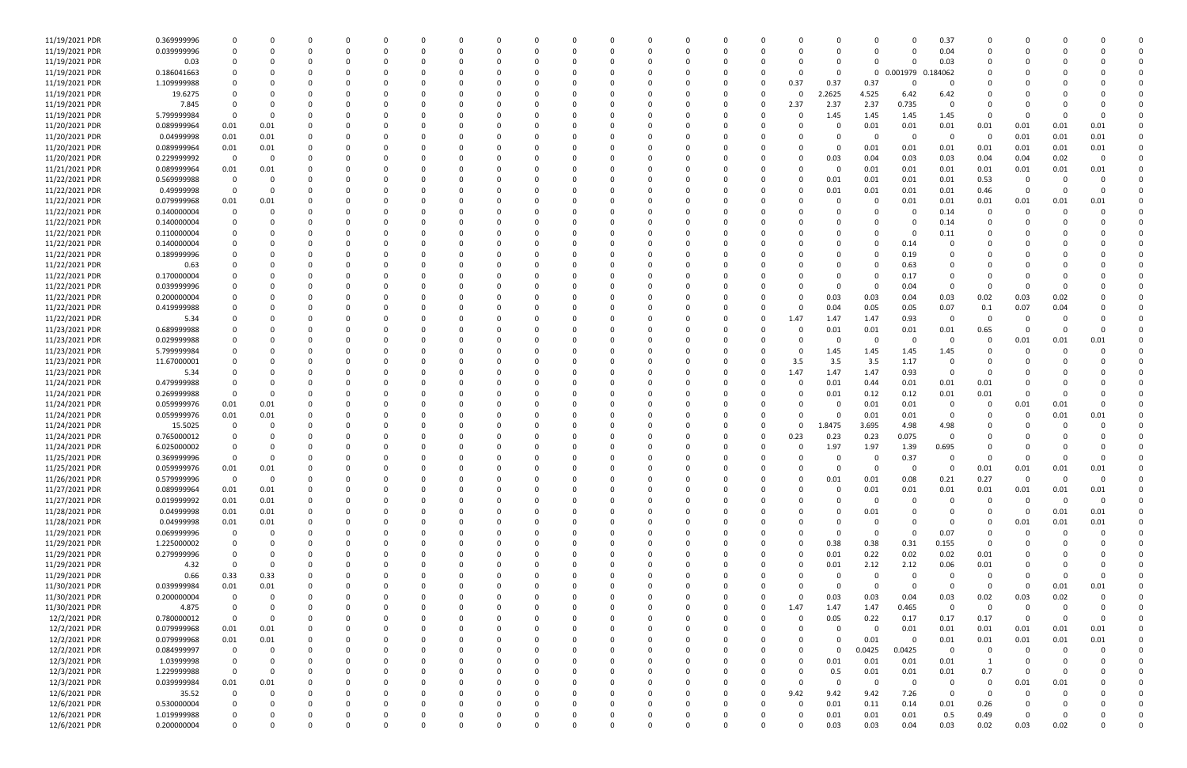| | | | | | | | | | | | | | | | | | | | | | | | | | | | | | | | |
|---|---|---|---|---|---|---|---|---|---|---|---|---|---|---|---|---|---|---|---|---|---|---|---|---|---|---|---|---|---|---|---|
| 11/19/2021 PDR | 0.369999996 | 0 | 0 | 0 | 0 | 0 | 0 | 0 | 0 | 0 | 0 | 0 | 0 | 0 | 0 | 0 | 0 | 0 | 0 | 0 | 0 | 0 | 0 | 0 | 0 | 0.37 | 0 | 0 | 0 | 0 | 0 |
| 11/19/2021 PDR | 0.039999996 | 0 | 0 | 0 | 0 | 0 | 0 | 0 | 0 | 0 | 0 | 0 | 0 | 0 | 0 | 0 | 0 | 0 | 0 | 0 | 0 | 0 | 0 | 0 | 0 | 0.04 | 0 | 0 | 0 | 0 | 0 |
| 11/19/2021 PDR | 0.03 | 0 | 0 | 0 | 0 | 0 | 0 | 0 | 0 | 0 | 0 | 0 | 0 | 0 | 0 | 0 | 0 | 0 | 0 | 0 | 0 | 0 | 0 | 0 | 0 | 0.03 | 0 | 0 | 0 | 0 | 0 |
| 11/19/2021 PDR | 0.186041663 | 0 | 0 | 0 | 0 | 0 | 0 | 0 | 0 | 0 | 0 | 0 | 0 | 0 | 0 | 0 | 0 | 0 | 0 | 0 | 0 | 0 | 0 | 0 | 0.001979 | 0.184062 | 0 | 0 | 0 | 0 | 0 |
| 11/19/2021 PDR | 1.109999988 | 0 | 0 | 0 | 0 | 0 | 0 | 0 | 0 | 0 | 0 | 0 | 0 | 0 | 0 | 0 | 0 | 0 | 0 | 0 | 0.37 | 0.37 | 0.37 | 0 | 0 | 0 | 0 | 0 | 0 | 0 | 0 |
| 11/19/2021 PDR | 19.6275 | 0 | 0 | 0 | 0 | 0 | 0 | 0 | 0 | 0 | 0 | 0 | 0 | 0 | 0 | 0 | 0 | 0 | 0 | 0 | 0 | 2.2625 | 4.525 | 6.42 | 6.42 | 0 | 0 | 0 | 0 | 0 | 0 |
| 11/19/2021 PDR | 7.845 | 0 | 0 | 0 | 0 | 0 | 0 | 0 | 0 | 0 | 0 | 0 | 0 | 0 | 0 | 0 | 0 | 0 | 0 | 0 | 2.37 | 2.37 | 2.37 | 0.735 | 0 | 0 | 0 | 0 | 0 | 0 | 0 |
| 11/19/2021 PDR | 5.799999984 | 0 | 0 | 0 | 0 | 0 | 0 | 0 | 0 | 0 | 0 | 0 | 0 | 0 | 0 | 0 | 0 | 0 | 0 | 0 | 0 | 1.45 | 1.45 | 1.45 | 1.45 | 0 | 0 | 0 | 0 | 0 | 0 |
| 11/20/2021 PDR | 0.089999964 | 0.01 | 0.01 | 0 | 0 | 0 | 0 | 0 | 0 | 0 | 0 | 0 | 0 | 0 | 0 | 0 | 0 | 0 | 0 | 0 | 0 | 0 | 0.01 | 0.01 | 0.01 | 0.01 | 0.01 | 0.01 | 0.01 | 0 | 0 |
| 11/20/2021 PDR | 0.04999998 | 0.01 | 0.01 | 0 | 0 | 0 | 0 | 0 | 0 | 0 | 0 | 0 | 0 | 0 | 0 | 0 | 0 | 0 | 0 | 0 | 0 | 0 | 0 | 0 | 0 | 0 | 0.01 | 0.01 | 0.01 | 0 | 0 |
| 11/20/2021 PDR | 0.089999964 | 0.01 | 0.01 | 0 | 0 | 0 | 0 | 0 | 0 | 0 | 0 | 0 | 0 | 0 | 0 | 0 | 0 | 0 | 0 | 0 | 0 | 0 | 0.01 | 0.01 | 0.01 | 0.01 | 0.01 | 0.01 | 0.01 | 0 | 0 |
| 11/20/2021 PDR | 0.229999992 | 0 | 0 | 0 | 0 | 0 | 0 | 0 | 0 | 0 | 0 | 0 | 0 | 0 | 0 | 0 | 0 | 0 | 0 | 0 | 0 | 0.03 | 0.04 | 0.03 | 0.03 | 0.04 | 0.04 | 0.02 | 0 | 0 | 0 |
| 11/21/2021 PDR | 0.089999964 | 0.01 | 0.01 | 0 | 0 | 0 | 0 | 0 | 0 | 0 | 0 | 0 | 0 | 0 | 0 | 0 | 0 | 0 | 0 | 0 | 0 | 0 | 0.01 | 0.01 | 0.01 | 0.01 | 0.01 | 0.01 | 0.01 | 0 | 0 |
| 11/22/2021 PDR | 0.569999988 | 0 | 0 | 0 | 0 | 0 | 0 | 0 | 0 | 0 | 0 | 0 | 0 | 0 | 0 | 0 | 0 | 0 | 0 | 0 | 0 | 0.01 | 0.01 | 0.01 | 0.01 | 0.53 | 0 | 0 | 0 | 0 | 0 |
| 11/22/2021 PDR | 0.49999998 | 0 | 0 | 0 | 0 | 0 | 0 | 0 | 0 | 0 | 0 | 0 | 0 | 0 | 0 | 0 | 0 | 0 | 0 | 0 | 0 | 0.01 | 0.01 | 0.01 | 0.01 | 0.46 | 0 | 0 | 0 | 0 | 0 |
| 11/22/2021 PDR | 0.079999968 | 0.01 | 0.01 | 0 | 0 | 0 | 0 | 0 | 0 | 0 | 0 | 0 | 0 | 0 | 0 | 0 | 0 | 0 | 0 | 0 | 0 | 0 | 0 | 0.01 | 0.01 | 0.01 | 0.01 | 0.01 | 0.01 | 0 | 0 |
| 11/22/2021 PDR | 0.140000004 | 0 | 0 | 0 | 0 | 0 | 0 | 0 | 0 | 0 | 0 | 0 | 0 | 0 | 0 | 0 | 0 | 0 | 0 | 0 | 0 | 0 | 0 | 0 | 0.14 | 0 | 0 | 0 | 0 | 0 | 0 |
| 11/22/2021 PDR | 0.140000004 | 0 | 0 | 0 | 0 | 0 | 0 | 0 | 0 | 0 | 0 | 0 | 0 | 0 | 0 | 0 | 0 | 0 | 0 | 0 | 0 | 0 | 0 | 0 | 0.14 | 0 | 0 | 0 | 0 | 0 | 0 |
| 11/22/2021 PDR | 0.110000004 | 0 | 0 | 0 | 0 | 0 | 0 | 0 | 0 | 0 | 0 | 0 | 0 | 0 | 0 | 0 | 0 | 0 | 0 | 0 | 0 | 0 | 0 | 0 | 0.11 | 0 | 0 | 0 | 0 | 0 | 0 |
| 11/22/2021 PDR | 0.140000004 | 0 | 0 | 0 | 0 | 0 | 0 | 0 | 0 | 0 | 0 | 0 | 0 | 0 | 0 | 0 | 0 | 0 | 0 | 0 | 0 | 0 | 0 | 0.14 | 0 | 0 | 0 | 0 | 0 | 0 | 0 |
| 11/22/2021 PDR | 0.189999996 | 0 | 0 | 0 | 0 | 0 | 0 | 0 | 0 | 0 | 0 | 0 | 0 | 0 | 0 | 0 | 0 | 0 | 0 | 0 | 0 | 0 | 0 | 0.19 | 0 | 0 | 0 | 0 | 0 | 0 | 0 |
| 11/22/2021 PDR | 0.63 | 0 | 0 | 0 | 0 | 0 | 0 | 0 | 0 | 0 | 0 | 0 | 0 | 0 | 0 | 0 | 0 | 0 | 0 | 0 | 0 | 0 | 0 | 0.63 | 0 | 0 | 0 | 0 | 0 | 0 | 0 |
| 11/22/2021 PDR | 0.170000004 | 0 | 0 | 0 | 0 | 0 | 0 | 0 | 0 | 0 | 0 | 0 | 0 | 0 | 0 | 0 | 0 | 0 | 0 | 0 | 0 | 0 | 0 | 0.17 | 0 | 0 | 0 | 0 | 0 | 0 | 0 |
| 11/22/2021 PDR | 0.039999996 | 0 | 0 | 0 | 0 | 0 | 0 | 0 | 0 | 0 | 0 | 0 | 0 | 0 | 0 | 0 | 0 | 0 | 0 | 0 | 0 | 0 | 0 | 0.04 | 0 | 0 | 0 | 0 | 0 | 0 | 0 |
| 11/22/2021 PDR | 0.200000004 | 0 | 0 | 0 | 0 | 0 | 0 | 0 | 0 | 0 | 0 | 0 | 0 | 0 | 0 | 0 | 0 | 0 | 0 | 0 | 0 | 0.03 | 0.03 | 0.04 | 0.03 | 0.02 | 0.03 | 0.02 | 0 | 0 | 0 |
| 11/22/2021 PDR | 0.419999988 | 0 | 0 | 0 | 0 | 0 | 0 | 0 | 0 | 0 | 0 | 0 | 0 | 0 | 0 | 0 | 0 | 0 | 0 | 0 | 0 | 0.04 | 0.05 | 0.05 | 0.07 | 0.1 | 0.07 | 0.04 | 0 | 0 | 0 |
| 11/22/2021 PDR | 5.34 | 0 | 0 | 0 | 0 | 0 | 0 | 0 | 0 | 0 | 0 | 0 | 0 | 0 | 0 | 0 | 0 | 0 | 0 | 0 | 1.47 | 1.47 | 1.47 | 0.93 | 0 | 0 | 0 | 0 | 0 | 0 | 0 |
| 11/23/2021 PDR | 0.689999988 | 0 | 0 | 0 | 0 | 0 | 0 | 0 | 0 | 0 | 0 | 0 | 0 | 0 | 0 | 0 | 0 | 0 | 0 | 0 | 0 | 0.01 | 0.01 | 0.01 | 0.01 | 0.65 | 0 | 0 | 0 | 0 | 0 |
| 11/23/2021 PDR | 0.029999988 | 0 | 0 | 0 | 0 | 0 | 0 | 0 | 0 | 0 | 0 | 0 | 0 | 0 | 0 | 0 | 0 | 0 | 0 | 0 | 0 | 0 | 0 | 0 | 0 | 0 | 0.01 | 0.01 | 0.01 | 0 | 0 |
| 11/23/2021 PDR | 5.799999984 | 0 | 0 | 0 | 0 | 0 | 0 | 0 | 0 | 0 | 0 | 0 | 0 | 0 | 0 | 0 | 0 | 0 | 0 | 0 | 0 | 1.45 | 1.45 | 1.45 | 1.45 | 0 | 0 | 0 | 0 | 0 | 0 |
| 11/23/2021 PDR | 11.67000001 | 0 | 0 | 0 | 0 | 0 | 0 | 0 | 0 | 0 | 0 | 0 | 0 | 0 | 0 | 0 | 0 | 0 | 0 | 0 | 3.5 | 3.5 | 3.5 | 1.17 | 0 | 0 | 0 | 0 | 0 | 0 | 0 |
| 11/23/2021 PDR | 5.34 | 0 | 0 | 0 | 0 | 0 | 0 | 0 | 0 | 0 | 0 | 0 | 0 | 0 | 0 | 0 | 0 | 0 | 0 | 0 | 1.47 | 1.47 | 1.47 | 0.93 | 0 | 0 | 0 | 0 | 0 | 0 | 0 |
| 11/24/2021 PDR | 0.479999988 | 0 | 0 | 0 | 0 | 0 | 0 | 0 | 0 | 0 | 0 | 0 | 0 | 0 | 0 | 0 | 0 | 0 | 0 | 0 | 0 | 0.01 | 0.44 | 0.01 | 0.01 | 0.01 | 0 | 0 | 0 | 0 | 0 |
| 11/24/2021 PDR | 0.269999988 | 0 | 0 | 0 | 0 | 0 | 0 | 0 | 0 | 0 | 0 | 0 | 0 | 0 | 0 | 0 | 0 | 0 | 0 | 0 | 0 | 0.01 | 0.12 | 0.12 | 0.01 | 0.01 | 0 | 0 | 0 | 0 | 0 |
| 11/24/2021 PDR | 0.059999976 | 0.01 | 0.01 | 0 | 0 | 0 | 0 | 0 | 0 | 0 | 0 | 0 | 0 | 0 | 0 | 0 | 0 | 0 | 0 | 0 | 0 | 0 | 0.01 | 0.01 | 0 | 0 | 0.01 | 0.01 | 0 | 0 | 0 |
| 11/24/2021 PDR | 0.059999976 | 0.01 | 0.01 | 0 | 0 | 0 | 0 | 0 | 0 | 0 | 0 | 0 | 0 | 0 | 0 | 0 | 0 | 0 | 0 | 0 | 0 | 0 | 0.01 | 0.01 | 0 | 0 | 0 | 0.01 | 0.01 | 0 | 0 |
| 11/24/2021 PDR | 15.5025 | 0 | 0 | 0 | 0 | 0 | 0 | 0 | 0 | 0 | 0 | 0 | 0 | 0 | 0 | 0 | 0 | 0 | 0 | 0 | 0 | 1.8475 | 3.695 | 4.98 | 4.98 | 0 | 0 | 0 | 0 | 0 | 0 |
| 11/24/2021 PDR | 0.765000012 | 0 | 0 | 0 | 0 | 0 | 0 | 0 | 0 | 0 | 0 | 0 | 0 | 0 | 0 | 0 | 0 | 0 | 0 | 0 | 0.23 | 0.23 | 0.23 | 0.075 | 0 | 0 | 0 | 0 | 0 | 0 | 0 |
| 11/24/2021 PDR | 6.025000002 | 0 | 0 | 0 | 0 | 0 | 0 | 0 | 0 | 0 | 0 | 0 | 0 | 0 | 0 | 0 | 0 | 0 | 0 | 0 | 0 | 1.97 | 1.97 | 1.39 | 0.695 | 0 | 0 | 0 | 0 | 0 | 0 |
| 11/25/2021 PDR | 0.369999996 | 0 | 0 | 0 | 0 | 0 | 0 | 0 | 0 | 0 | 0 | 0 | 0 | 0 | 0 | 0 | 0 | 0 | 0 | 0 | 0 | 0 | 0 | 0.37 | 0 | 0 | 0 | 0 | 0 | 0 | 0 |
| 11/25/2021 PDR | 0.059999976 | 0.01 | 0.01 | 0 | 0 | 0 | 0 | 0 | 0 | 0 | 0 | 0 | 0 | 0 | 0 | 0 | 0 | 0 | 0 | 0 | 0 | 0 | 0 | 0 | 0 | 0.01 | 0.01 | 0.01 | 0.01 | 0 | 0 |
| 11/26/2021 PDR | 0.579999996 | 0 | 0 | 0 | 0 | 0 | 0 | 0 | 0 | 0 | 0 | 0 | 0 | 0 | 0 | 0 | 0 | 0 | 0 | 0 | 0 | 0.01 | 0.01 | 0.08 | 0.21 | 0.27 | 0 | 0 | 0 | 0 | 0 |
| 11/27/2021 PDR | 0.089999964 | 0.01 | 0.01 | 0 | 0 | 0 | 0 | 0 | 0 | 0 | 0 | 0 | 0 | 0 | 0 | 0 | 0 | 0 | 0 | 0 | 0 | 0 | 0.01 | 0.01 | 0.01 | 0.01 | 0.01 | 0.01 | 0.01 | 0 | 0 |
| 11/27/2021 PDR | 0.019999992 | 0.01 | 0.01 | 0 | 0 | 0 | 0 | 0 | 0 | 0 | 0 | 0 | 0 | 0 | 0 | 0 | 0 | 0 | 0 | 0 | 0 | 0 | 0 | 0 | 0 | 0 | 0 | 0 | 0 | 0 | 0 |
| 11/28/2021 PDR | 0.04999998 | 0.01 | 0.01 | 0 | 0 | 0 | 0 | 0 | 0 | 0 | 0 | 0 | 0 | 0 | 0 | 0 | 0 | 0 | 0 | 0 | 0 | 0 | 0.01 | 0 | 0 | 0 | 0 | 0.01 | 0.01 | 0 | 0 |
| 11/28/2021 PDR | 0.04999998 | 0.01 | 0.01 | 0 | 0 | 0 | 0 | 0 | 0 | 0 | 0 | 0 | 0 | 0 | 0 | 0 | 0 | 0 | 0 | 0 | 0 | 0 | 0 | 0 | 0 | 0 | 0.01 | 0.01 | 0.01 | 0 | 0 |
| 11/29/2021 PDR | 0.069999996 | 0 | 0 | 0 | 0 | 0 | 0 | 0 | 0 | 0 | 0 | 0 | 0 | 0 | 0 | 0 | 0 | 0 | 0 | 0 | 0 | 0 | 0 | 0 | 0.07 | 0 | 0 | 0 | 0 | 0 | 0 |
| 11/29/2021 PDR | 1.225000002 | 0 | 0 | 0 | 0 | 0 | 0 | 0 | 0 | 0 | 0 | 0 | 0 | 0 | 0 | 0 | 0 | 0 | 0 | 0 | 0 | 0.38 | 0.38 | 0.31 | 0.155 | 0 | 0 | 0 | 0 | 0 | 0 |
| 11/29/2021 PDR | 0.279999996 | 0 | 0 | 0 | 0 | 0 | 0 | 0 | 0 | 0 | 0 | 0 | 0 | 0 | 0 | 0 | 0 | 0 | 0 | 0 | 0 | 0.01 | 0.22 | 0.02 | 0.02 | 0.01 | 0 | 0 | 0 | 0 | 0 |
| 11/29/2021 PDR | 4.32 | 0 | 0 | 0 | 0 | 0 | 0 | 0 | 0 | 0 | 0 | 0 | 0 | 0 | 0 | 0 | 0 | 0 | 0 | 0 | 0 | 0.01 | 2.12 | 2.12 | 0.06 | 0.01 | 0 | 0 | 0 | 0 | 0 |
| 11/29/2021 PDR | 0.66 | 0.33 | 0.33 | 0 | 0 | 0 | 0 | 0 | 0 | 0 | 0 | 0 | 0 | 0 | 0 | 0 | 0 | 0 | 0 | 0 | 0 | 0 | 0 | 0 | 0 | 0 | 0 | 0 | 0 | 0 | 0 |
| 11/30/2021 PDR | 0.039999984 | 0.01 | 0.01 | 0 | 0 | 0 | 0 | 0 | 0 | 0 | 0 | 0 | 0 | 0 | 0 | 0 | 0 | 0 | 0 | 0 | 0 | 0 | 0 | 0 | 0 | 0 | 0 | 0.01 | 0.01 | 0 | 0 |
| 11/30/2021 PDR | 0.200000004 | 0 | 0 | 0 | 0 | 0 | 0 | 0 | 0 | 0 | 0 | 0 | 0 | 0 | 0 | 0 | 0 | 0 | 0 | 0 | 0 | 0.03 | 0.03 | 0.04 | 0.03 | 0.02 | 0.03 | 0.02 | 0 | 0 | 0 |
| 11/30/2021 PDR | 4.875 | 0 | 0 | 0 | 0 | 0 | 0 | 0 | 0 | 0 | 0 | 0 | 0 | 0 | 0 | 0 | 0 | 0 | 0 | 0 | 1.47 | 1.47 | 1.47 | 0.465 | 0 | 0 | 0 | 0 | 0 | 0 | 0 |
| 12/2/2021 PDR | 0.780000012 | 0 | 0 | 0 | 0 | 0 | 0 | 0 | 0 | 0 | 0 | 0 | 0 | 0 | 0 | 0 | 0 | 0 | 0 | 0 | 0 | 0.05 | 0.22 | 0.17 | 0.17 | 0.17 | 0 | 0 | 0 | 0 | 0 |
| 12/2/2021 PDR | 0.079999968 | 0.01 | 0.01 | 0 | 0 | 0 | 0 | 0 | 0 | 0 | 0 | 0 | 0 | 0 | 0 | 0 | 0 | 0 | 0 | 0 | 0 | 0 | 0 | 0.01 | 0.01 | 0.01 | 0.01 | 0.01 | 0.01 | 0 | 0 |
| 12/2/2021 PDR | 0.079999968 | 0.01 | 0.01 | 0 | 0 | 0 | 0 | 0 | 0 | 0 | 0 | 0 | 0 | 0 | 0 | 0 | 0 | 0 | 0 | 0 | 0 | 0 | 0.01 | 0 | 0.01 | 0.01 | 0.01 | 0.01 | 0.01 | 0 | 0 |
| 12/2/2021 PDR | 0.084999997 | 0 | 0 | 0 | 0 | 0 | 0 | 0 | 0 | 0 | 0 | 0 | 0 | 0 | 0 | 0 | 0 | 0 | 0 | 0 | 0 | 0 | 0.0425 | 0.0425 | 0 | 0 | 0 | 0 | 0 | 0 | 0 |
| 12/3/2021 PDR | 1.03999998 | 0 | 0 | 0 | 0 | 0 | 0 | 0 | 0 | 0 | 0 | 0 | 0 | 0 | 0 | 0 | 0 | 0 | 0 | 0 | 0 | 0.01 | 0.01 | 0.01 | 0.01 | 1 | 0 | 0 | 0 | 0 | 0 |
| 12/3/2021 PDR | 1.229999988 | 0 | 0 | 0 | 0 | 0 | 0 | 0 | 0 | 0 | 0 | 0 | 0 | 0 | 0 | 0 | 0 | 0 | 0 | 0 | 0 | 0.5 | 0.01 | 0.01 | 0.01 | 0.7 | 0 | 0 | 0 | 0 | 0 |
| 12/3/2021 PDR | 0.039999984 | 0.01 | 0.01 | 0 | 0 | 0 | 0 | 0 | 0 | 0 | 0 | 0 | 0 | 0 | 0 | 0 | 0 | 0 | 0 | 0 | 0 | 0 | 0 | 0 | 0 | 0 | 0.01 | 0.01 | 0 | 0 | 0 |
| 12/6/2021 PDR | 35.52 | 0 | 0 | 0 | 0 | 0 | 0 | 0 | 0 | 0 | 0 | 0 | 0 | 0 | 0 | 0 | 0 | 0 | 0 | 0 | 9.42 | 9.42 | 9.42 | 7.26 | 0 | 0 | 0 | 0 | 0 | 0 | 0 |
| 12/6/2021 PDR | 0.530000004 | 0 | 0 | 0 | 0 | 0 | 0 | 0 | 0 | 0 | 0 | 0 | 0 | 0 | 0 | 0 | 0 | 0 | 0 | 0 | 0 | 0.01 | 0.11 | 0.14 | 0.01 | 0.26 | 0 | 0 | 0 | 0 | 0 |
| 12/6/2021 PDR | 1.019999988 | 0 | 0 | 0 | 0 | 0 | 0 | 0 | 0 | 0 | 0 | 0 | 0 | 0 | 0 | 0 | 0 | 0 | 0 | 0 | 0 | 0.01 | 0.01 | 0.01 | 0.5 | 0.49 | 0 | 0 | 0 | 0 | 0 |
| 12/6/2021 PDR | 0.200000004 | 0 | 0 | 0 | 0 | 0 | 0 | 0 | 0 | 0 | 0 | 0 | 0 | 0 | 0 | 0 | 0 | 0 | 0 | 0 | 0 | 0.03 | 0.03 | 0.04 | 0.03 | 0.02 | 0.03 | 0.02 | 0 | 0 | 0 |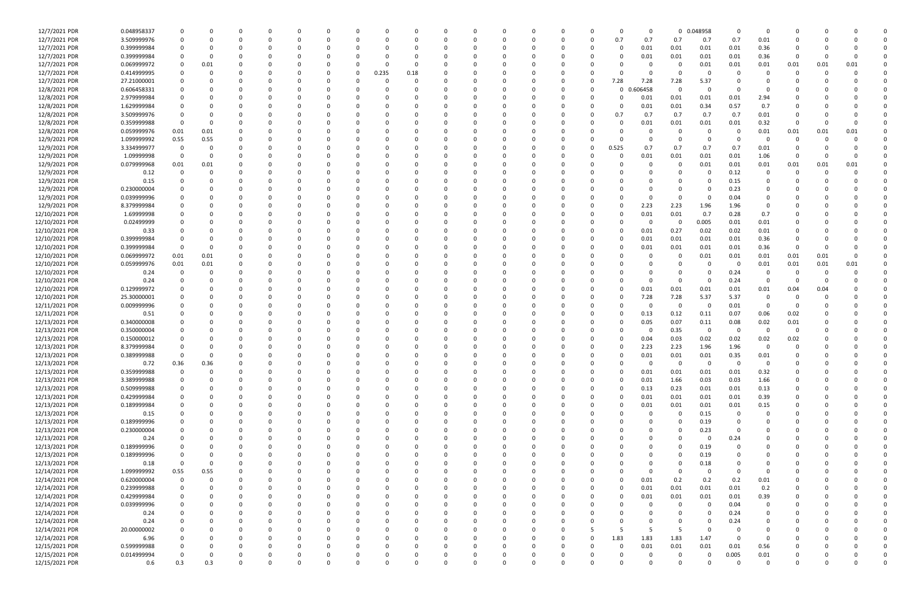| | | | | | | | | | | | | | | | | | | | | | | | | | | |
|---|---|---|---|---|---|---|---|---|---|---|---|---|---|---|---|---|---|---|---|---|---|---|---|---|---|---|
| 12/7/2021 PDR | 0.048958337 | 0 | 0 | 0 | 0 | 0 | 0 | 0 | 0 | 0 | 0 | 0 | 0 | 0 | 0 | 0 | 0 | 0 | 0 | 0.048958 | 0 | 0 | 0 | 0 | 0 | 0 |
| 12/7/2021 PDR | 3.509999976 | 0 | 0 | 0 | 0 | 0 | 0 | 0 | 0 | 0 | 0 | 0 | 0 | 0 | 0 | 0 | 0.7 | 0.7 | 0.7 | 0.7 | 0.7 | 0.01 | 0 | 0 | 0 | 0 |
| 12/7/2021 PDR | 0.399999984 | 0 | 0 | 0 | 0 | 0 | 0 | 0 | 0 | 0 | 0 | 0 | 0 | 0 | 0 | 0 | 0 | 0.01 | 0.01 | 0.01 | 0.01 | 0.36 | 0 | 0 | 0 | 0 |
| 12/7/2021 PDR | 0.399999984 | 0 | 0 | 0 | 0 | 0 | 0 | 0 | 0 | 0 | 0 | 0 | 0 | 0 | 0 | 0 | 0 | 0.01 | 0.01 | 0.01 | 0.01 | 0.36 | 0 | 0 | 0 | 0 |
| 12/7/2021 PDR | 0.069999972 | 0 | 0.01 | 0 | 0 | 0 | 0 | 0 | 0 | 0 | 0 | 0 | 0 | 0 | 0 | 0 | 0 | 0 | 0 | 0.01 | 0.01 | 0.01 | 0.01 | 0.01 | 0.01 | 0 |
| 12/7/2021 PDR | 0.414999995 | 0 | 0 | 0 | 0 | 0 | 0 | 0 | 0.235 | 0.18 | 0 | 0 | 0 | 0 | 0 | 0 | 0 | 0 | 0 | 0 | 0 | 0 | 0 | 0 | 0 | 0 |
| 12/7/2021 PDR | 27.21000001 | 0 | 0 | 0 | 0 | 0 | 0 | 0 | 0 | 0 | 0 | 0 | 0 | 0 | 0 | 0 | 7.28 | 7.28 | 7.28 | 5.37 | 0 | 0 | 0 | 0 | 0 | 0 |
| 12/8/2021 PDR | 0.606458331 | 0 | 0 | 0 | 0 | 0 | 0 | 0 | 0 | 0 | 0 | 0 | 0 | 0 | 0 | 0 | 0 | 0.606458 | 0 | 0 | 0 | 0 | 0 | 0 | 0 | 0 |
| 12/8/2021 PDR | 2.979999984 | 0 | 0 | 0 | 0 | 0 | 0 | 0 | 0 | 0 | 0 | 0 | 0 | 0 | 0 | 0 | 0 | 0.01 | 0.01 | 0.01 | 0.01 | 2.94 | 0 | 0 | 0 | 0 |
| 12/8/2021 PDR | 1.629999984 | 0 | 0 | 0 | 0 | 0 | 0 | 0 | 0 | 0 | 0 | 0 | 0 | 0 | 0 | 0 | 0 | 0.01 | 0.01 | 0.34 | 0.57 | 0.7 | 0 | 0 | 0 | 0 |
| 12/8/2021 PDR | 3.509999976 | 0 | 0 | 0 | 0 | 0 | 0 | 0 | 0 | 0 | 0 | 0 | 0 | 0 | 0 | 0 | 0.7 | 0.7 | 0.7 | 0.7 | 0.7 | 0.01 | 0 | 0 | 0 | 0 |
| 12/8/2021 PDR | 0.359999988 | 0 | 0 | 0 | 0 | 0 | 0 | 0 | 0 | 0 | 0 | 0 | 0 | 0 | 0 | 0 | 0 | 0.01 | 0.01 | 0.01 | 0.01 | 0.32 | 0 | 0 | 0 | 0 |
| 12/8/2021 PDR | 0.059999976 | 0.01 | 0.01 | 0 | 0 | 0 | 0 | 0 | 0 | 0 | 0 | 0 | 0 | 0 | 0 | 0 | 0 | 0 | 0 | 0 | 0 | 0.01 | 0.01 | 0.01 | 0.01 | 0 |
| 12/9/2021 PDR | 1.099999992 | 0.55 | 0.55 | 0 | 0 | 0 | 0 | 0 | 0 | 0 | 0 | 0 | 0 | 0 | 0 | 0 | 0 | 0 | 0 | 0 | 0 | 0 | 0 | 0 | 0 | 0 |
| 12/9/2021 PDR | 3.334999977 | 0 | 0 | 0 | 0 | 0 | 0 | 0 | 0 | 0 | 0 | 0 | 0 | 0 | 0 | 0 | 0.525 | 0.7 | 0.7 | 0.7 | 0.7 | 0.01 | 0 | 0 | 0 | 0 |
| 12/9/2021 PDR | 1.09999998 | 0 | 0 | 0 | 0 | 0 | 0 | 0 | 0 | 0 | 0 | 0 | 0 | 0 | 0 | 0 | 0 | 0.01 | 0.01 | 0.01 | 0.01 | 1.06 | 0 | 0 | 0 | 0 |
| 12/9/2021 PDR | 0.079999968 | 0.01 | 0.01 | 0 | 0 | 0 | 0 | 0 | 0 | 0 | 0 | 0 | 0 | 0 | 0 | 0 | 0 | 0 | 0 | 0.01 | 0.01 | 0.01 | 0.01 | 0.01 | 0.01 | 0 |
| 12/9/2021 PDR | 0.12 | 0 | 0 | 0 | 0 | 0 | 0 | 0 | 0 | 0 | 0 | 0 | 0 | 0 | 0 | 0 | 0 | 0 | 0 | 0 | 0.12 | 0 | 0 | 0 | 0 | 0 |
| 12/9/2021 PDR | 0.15 | 0 | 0 | 0 | 0 | 0 | 0 | 0 | 0 | 0 | 0 | 0 | 0 | 0 | 0 | 0 | 0 | 0 | 0 | 0 | 0.15 | 0 | 0 | 0 | 0 | 0 |
| 12/9/2021 PDR | 0.230000004 | 0 | 0 | 0 | 0 | 0 | 0 | 0 | 0 | 0 | 0 | 0 | 0 | 0 | 0 | 0 | 0 | 0 | 0 | 0 | 0.23 | 0 | 0 | 0 | 0 | 0 |
| 12/9/2021 PDR | 0.039999996 | 0 | 0 | 0 | 0 | 0 | 0 | 0 | 0 | 0 | 0 | 0 | 0 | 0 | 0 | 0 | 0 | 0 | 0 | 0 | 0.04 | 0 | 0 | 0 | 0 | 0 |
| 12/9/2021 PDR | 8.379999984 | 0 | 0 | 0 | 0 | 0 | 0 | 0 | 0 | 0 | 0 | 0 | 0 | 0 | 0 | 0 | 0 | 2.23 | 2.23 | 1.96 | 1.96 | 0 | 0 | 0 | 0 | 0 |
| 12/10/2021 PDR | 1.69999998 | 0 | 0 | 0 | 0 | 0 | 0 | 0 | 0 | 0 | 0 | 0 | 0 | 0 | 0 | 0 | 0 | 0.01 | 0.01 | 0.7 | 0.28 | 0.7 | 0 | 0 | 0 | 0 |
| 12/10/2021 PDR | 0.02499999 | 0 | 0 | 0 | 0 | 0 | 0 | 0 | 0 | 0 | 0 | 0 | 0 | 0 | 0 | 0 | 0 | 0 | 0 | 0.005 | 0.01 | 0.01 | 0 | 0 | 0 | 0 |
| 12/10/2021 PDR | 0.33 | 0 | 0 | 0 | 0 | 0 | 0 | 0 | 0 | 0 | 0 | 0 | 0 | 0 | 0 | 0 | 0 | 0.01 | 0.27 | 0.02 | 0.02 | 0.01 | 0 | 0 | 0 | 0 |
| 12/10/2021 PDR | 0.399999984 | 0 | 0 | 0 | 0 | 0 | 0 | 0 | 0 | 0 | 0 | 0 | 0 | 0 | 0 | 0 | 0 | 0.01 | 0.01 | 0.01 | 0.01 | 0.36 | 0 | 0 | 0 | 0 |
| 12/10/2021 PDR | 0.399999984 | 0 | 0 | 0 | 0 | 0 | 0 | 0 | 0 | 0 | 0 | 0 | 0 | 0 | 0 | 0 | 0 | 0.01 | 0.01 | 0.01 | 0.01 | 0.36 | 0 | 0 | 0 | 0 |
| 12/10/2021 PDR | 0.069999972 | 0.01 | 0.01 | 0 | 0 | 0 | 0 | 0 | 0 | 0 | 0 | 0 | 0 | 0 | 0 | 0 | 0 | 0 | 0 | 0.01 | 0.01 | 0.01 | 0.01 | 0.01 | 0 | 0 |
| 12/10/2021 PDR | 0.059999976 | 0.01 | 0.01 | 0 | 0 | 0 | 0 | 0 | 0 | 0 | 0 | 0 | 0 | 0 | 0 | 0 | 0 | 0 | 0 | 0 | 0 | 0.01 | 0.01 | 0.01 | 0.01 | 0 |
| 12/10/2021 PDR | 0.24 | 0 | 0 | 0 | 0 | 0 | 0 | 0 | 0 | 0 | 0 | 0 | 0 | 0 | 0 | 0 | 0 | 0 | 0 | 0 | 0.24 | 0 | 0 | 0 | 0 | 0 |
| 12/10/2021 PDR | 0.24 | 0 | 0 | 0 | 0 | 0 | 0 | 0 | 0 | 0 | 0 | 0 | 0 | 0 | 0 | 0 | 0 | 0 | 0 | 0 | 0.24 | 0 | 0 | 0 | 0 | 0 |
| 12/10/2021 PDR | 0.129999972 | 0 | 0 | 0 | 0 | 0 | 0 | 0 | 0 | 0 | 0 | 0 | 0 | 0 | 0 | 0 | 0 | 0.01 | 0.01 | 0.01 | 0.01 | 0.01 | 0.04 | 0.04 | 0 | 0 |
| 12/10/2021 PDR | 25.30000001 | 0 | 0 | 0 | 0 | 0 | 0 | 0 | 0 | 0 | 0 | 0 | 0 | 0 | 0 | 0 | 0 | 7.28 | 7.28 | 5.37 | 5.37 | 0 | 0 | 0 | 0 | 0 |
| 12/11/2021 PDR | 0.009999996 | 0 | 0 | 0 | 0 | 0 | 0 | 0 | 0 | 0 | 0 | 0 | 0 | 0 | 0 | 0 | 0 | 0 | 0 | 0 | 0.01 | 0 | 0 | 0 | 0 | 0 |
| 12/11/2021 PDR | 0.51 | 0 | 0 | 0 | 0 | 0 | 0 | 0 | 0 | 0 | 0 | 0 | 0 | 0 | 0 | 0 | 0 | 0.13 | 0.12 | 0.11 | 0.07 | 0.06 | 0.02 | 0 | 0 | 0 |
| 12/13/2021 PDR | 0.340000008 | 0 | 0 | 0 | 0 | 0 | 0 | 0 | 0 | 0 | 0 | 0 | 0 | 0 | 0 | 0 | 0 | 0.05 | 0.07 | 0.11 | 0.08 | 0.02 | 0.01 | 0 | 0 | 0 |
| 12/13/2021 PDR | 0.350000004 | 0 | 0 | 0 | 0 | 0 | 0 | 0 | 0 | 0 | 0 | 0 | 0 | 0 | 0 | 0 | 0 | 0 | 0.35 | 0 | 0 | 0 | 0 | 0 | 0 | 0 |
| 12/13/2021 PDR | 0.150000012 | 0 | 0 | 0 | 0 | 0 | 0 | 0 | 0 | 0 | 0 | 0 | 0 | 0 | 0 | 0 | 0 | 0.04 | 0.03 | 0.02 | 0.02 | 0.02 | 0.02 | 0 | 0 | 0 |
| 12/13/2021 PDR | 8.379999984 | 0 | 0 | 0 | 0 | 0 | 0 | 0 | 0 | 0 | 0 | 0 | 0 | 0 | 0 | 0 | 0 | 2.23 | 2.23 | 1.96 | 1.96 | 0 | 0 | 0 | 0 | 0 |
| 12/13/2021 PDR | 0.389999988 | 0 | 0 | 0 | 0 | 0 | 0 | 0 | 0 | 0 | 0 | 0 | 0 | 0 | 0 | 0 | 0 | 0.01 | 0.01 | 0.01 | 0.35 | 0.01 | 0 | 0 | 0 | 0 |
| 12/13/2021 PDR | 0.72 | 0.36 | 0.36 | 0 | 0 | 0 | 0 | 0 | 0 | 0 | 0 | 0 | 0 | 0 | 0 | 0 | 0 | 0 | 0 | 0 | 0 | 0 | 0 | 0 | 0 | 0 |
| 12/13/2021 PDR | 0.359999988 | 0 | 0 | 0 | 0 | 0 | 0 | 0 | 0 | 0 | 0 | 0 | 0 | 0 | 0 | 0 | 0 | 0.01 | 0.01 | 0.01 | 0.01 | 0.32 | 0 | 0 | 0 | 0 |
| 12/13/2021 PDR | 3.389999988 | 0 | 0 | 0 | 0 | 0 | 0 | 0 | 0 | 0 | 0 | 0 | 0 | 0 | 0 | 0 | 0 | 0.01 | 1.66 | 0.03 | 0.03 | 1.66 | 0 | 0 | 0 | 0 |
| 12/13/2021 PDR | 0.509999988 | 0 | 0 | 0 | 0 | 0 | 0 | 0 | 0 | 0 | 0 | 0 | 0 | 0 | 0 | 0 | 0 | 0.13 | 0.23 | 0.01 | 0.01 | 0.13 | 0 | 0 | 0 | 0 |
| 12/13/2021 PDR | 0.429999984 | 0 | 0 | 0 | 0 | 0 | 0 | 0 | 0 | 0 | 0 | 0 | 0 | 0 | 0 | 0 | 0 | 0.01 | 0.01 | 0.01 | 0.01 | 0.39 | 0 | 0 | 0 | 0 |
| 12/13/2021 PDR | 0.189999984 | 0 | 0 | 0 | 0 | 0 | 0 | 0 | 0 | 0 | 0 | 0 | 0 | 0 | 0 | 0 | 0 | 0.01 | 0.01 | 0.01 | 0.01 | 0.15 | 0 | 0 | 0 | 0 |
| 12/13/2021 PDR | 0.15 | 0 | 0 | 0 | 0 | 0 | 0 | 0 | 0 | 0 | 0 | 0 | 0 | 0 | 0 | 0 | 0 | 0 | 0 | 0.15 | 0 | 0 | 0 | 0 | 0 | 0 |
| 12/13/2021 PDR | 0.189999996 | 0 | 0 | 0 | 0 | 0 | 0 | 0 | 0 | 0 | 0 | 0 | 0 | 0 | 0 | 0 | 0 | 0 | 0 | 0.19 | 0 | 0 | 0 | 0 | 0 | 0 |
| 12/13/2021 PDR | 0.230000004 | 0 | 0 | 0 | 0 | 0 | 0 | 0 | 0 | 0 | 0 | 0 | 0 | 0 | 0 | 0 | 0 | 0 | 0 | 0.23 | 0 | 0 | 0 | 0 | 0 | 0 |
| 12/13/2021 PDR | 0.24 | 0 | 0 | 0 | 0 | 0 | 0 | 0 | 0 | 0 | 0 | 0 | 0 | 0 | 0 | 0 | 0 | 0 | 0 | 0 | 0.24 | 0 | 0 | 0 | 0 | 0 |
| 12/13/2021 PDR | 0.189999996 | 0 | 0 | 0 | 0 | 0 | 0 | 0 | 0 | 0 | 0 | 0 | 0 | 0 | 0 | 0 | 0 | 0 | 0 | 0.19 | 0 | 0 | 0 | 0 | 0 | 0 |
| 12/13/2021 PDR | 0.189999996 | 0 | 0 | 0 | 0 | 0 | 0 | 0 | 0 | 0 | 0 | 0 | 0 | 0 | 0 | 0 | 0 | 0 | 0 | 0.19 | 0 | 0 | 0 | 0 | 0 | 0 |
| 12/13/2021 PDR | 0.18 | 0 | 0 | 0 | 0 | 0 | 0 | 0 | 0 | 0 | 0 | 0 | 0 | 0 | 0 | 0 | 0 | 0 | 0 | 0.18 | 0 | 0 | 0 | 0 | 0 | 0 |
| 12/14/2021 PDR | 1.099999992 | 0.55 | 0.55 | 0 | 0 | 0 | 0 | 0 | 0 | 0 | 0 | 0 | 0 | 0 | 0 | 0 | 0 | 0 | 0 | 0 | 0 | 0 | 0 | 0 | 0 | 0 |
| 12/14/2021 PDR | 0.620000004 | 0 | 0 | 0 | 0 | 0 | 0 | 0 | 0 | 0 | 0 | 0 | 0 | 0 | 0 | 0 | 0 | 0.01 | 0.2 | 0.2 | 0.2 | 0.01 | 0 | 0 | 0 | 0 |
| 12/14/2021 PDR | 0.239999988 | 0 | 0 | 0 | 0 | 0 | 0 | 0 | 0 | 0 | 0 | 0 | 0 | 0 | 0 | 0 | 0 | 0.01 | 0.01 | 0.01 | 0.01 | 0.2 | 0 | 0 | 0 | 0 |
| 12/14/2021 PDR | 0.429999984 | 0 | 0 | 0 | 0 | 0 | 0 | 0 | 0 | 0 | 0 | 0 | 0 | 0 | 0 | 0 | 0 | 0.01 | 0.01 | 0.01 | 0.01 | 0.39 | 0 | 0 | 0 | 0 |
| 12/14/2021 PDR | 0.039999996 | 0 | 0 | 0 | 0 | 0 | 0 | 0 | 0 | 0 | 0 | 0 | 0 | 0 | 0 | 0 | 0 | 0 | 0 | 0 | 0.04 | 0 | 0 | 0 | 0 | 0 |
| 12/14/2021 PDR | 0.24 | 0 | 0 | 0 | 0 | 0 | 0 | 0 | 0 | 0 | 0 | 0 | 0 | 0 | 0 | 0 | 0 | 0 | 0 | 0 | 0.24 | 0 | 0 | 0 | 0 | 0 |
| 12/14/2021 PDR | 0.24 | 0 | 0 | 0 | 0 | 0 | 0 | 0 | 0 | 0 | 0 | 0 | 0 | 0 | 0 | 0 | 0 | 0 | 0 | 0 | 0.24 | 0 | 0 | 0 | 0 | 0 |
| 12/14/2021 PDR | 20.00000002 | 0 | 0 | 0 | 0 | 0 | 0 | 0 | 0 | 0 | 0 | 0 | 0 | 0 | 0 | 5 | 5 | 5 | 5 | 0 | 0 | 0 | 0 | 0 | 0 | 0 |
| 12/14/2021 PDR | 6.96 | 0 | 0 | 0 | 0 | 0 | 0 | 0 | 0 | 0 | 0 | 0 | 0 | 0 | 0 | 0 | 1.83 | 1.83 | 1.83 | 1.47 | 0 | 0 | 0 | 0 | 0 | 0 |
| 12/15/2021 PDR | 0.599999988 | 0 | 0 | 0 | 0 | 0 | 0 | 0 | 0 | 0 | 0 | 0 | 0 | 0 | 0 | 0 | 0 | 0.01 | 0.01 | 0.01 | 0.01 | 0.56 | 0 | 0 | 0 | 0 |
| 12/15/2021 PDR | 0.014999994 | 0 | 0 | 0 | 0 | 0 | 0 | 0 | 0 | 0 | 0 | 0 | 0 | 0 | 0 | 0 | 0 | 0 | 0 | 0 | 0.005 | 0.01 | 0 | 0 | 0 | 0 |
| 12/15/2021 PDR | 0.6 | 0.3 | 0.3 | 0 | 0 | 0 | 0 | 0 | 0 | 0 | 0 | 0 | 0 | 0 | 0 | 0 | 0 | 0 | 0 | 0 | 0 | 0 | 0 | 0 | 0 | 0 |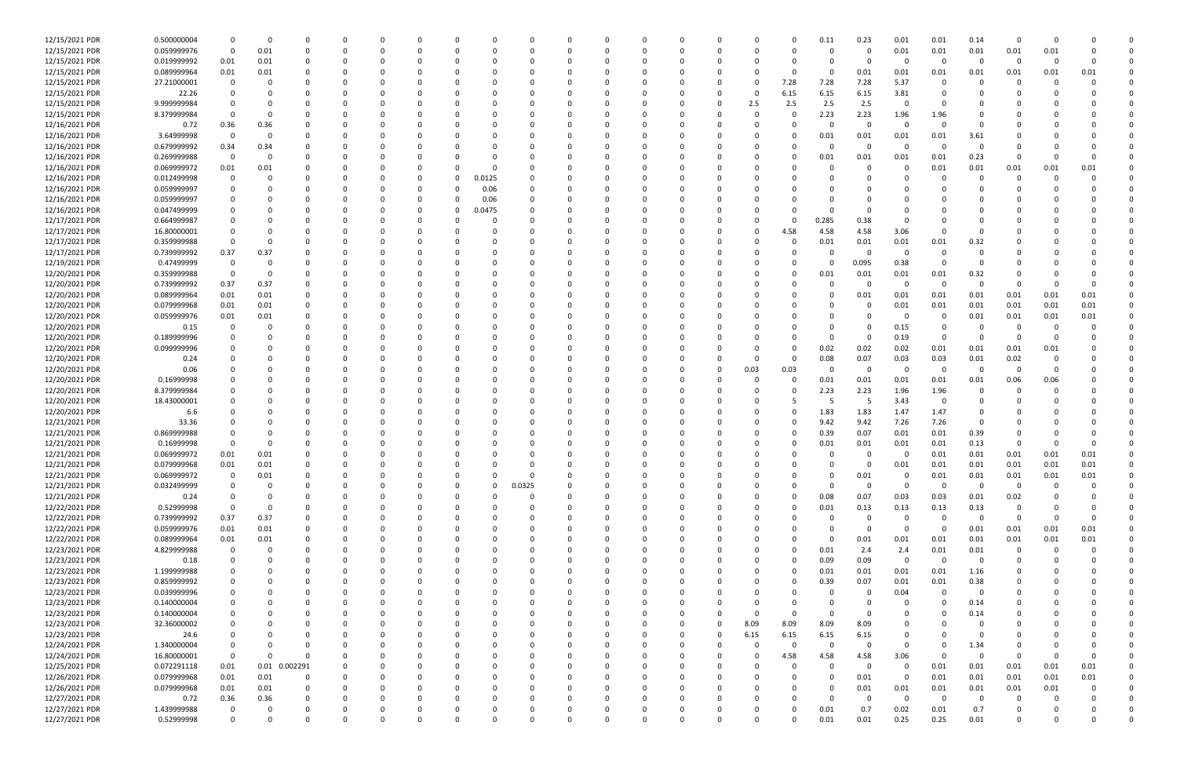| | | | | | | | | | | | | | | | | | | | | | | | | | | | | |
|---|---|---|---|---|---|---|---|---|---|---|---|---|---|---|---|---|---|---|---|---|---|---|---|---|---|---|---|---|
| 12/15/2021 PDR | 0.500000004 | 0 | 0 | 0 | 0 | 0 | 0 | 0 | 0 | 0 | 0 | 0 | 0 | 0 | 0 | 0 | 0 | 0 | 0.11 | 0.23 | 0.01 | 0.01 | 0.14 | 0 | 0 | 0 | 0 | 0 |
| 12/15/2021 PDR | 0.059999976 | 0 | 0.01 | 0 | 0 | 0 | 0 | 0 | 0 | 0 | 0 | 0 | 0 | 0 | 0 | 0 | 0 | 0 | 0 | 0 | 0.01 | 0.01 | 0.01 | 0.01 | 0.01 | 0 | 0 | 0 |
| 12/15/2021 PDR | 0.019999992 | 0.01 | 0.01 | 0 | 0 | 0 | 0 | 0 | 0 | 0 | 0 | 0 | 0 | 0 | 0 | 0 | 0 | 0 | 0 | 0 | 0 | 0 | 0 | 0 | 0 | 0 | 0 | 0 |
| 12/15/2021 PDR | 0.089999964 | 0.01 | 0.01 | 0 | 0 | 0 | 0 | 0 | 0 | 0 | 0 | 0 | 0 | 0 | 0 | 0 | 0 | 0 | 0 | 0.01 | 0.01 | 0.01 | 0.01 | 0.01 | 0.01 | 0.01 | 0 | 0 |
| 12/15/2021 PDR | 27.21000001 | 0 | 0 | 0 | 0 | 0 | 0 | 0 | 0 | 0 | 0 | 0 | 0 | 0 | 0 | 0 | 0 | 7.28 | 7.28 | 7.28 | 5.37 | 0 | 0 | 0 | 0 | 0 | 0 | 0 |
| 12/15/2021 PDR | 22.26 | 0 | 0 | 0 | 0 | 0 | 0 | 0 | 0 | 0 | 0 | 0 | 0 | 0 | 0 | 0 | 0 | 6.15 | 6.15 | 6.15 | 3.81 | 0 | 0 | 0 | 0 | 0 | 0 | 0 |
| 12/15/2021 PDR | 9.999999984 | 0 | 0 | 0 | 0 | 0 | 0 | 0 | 0 | 0 | 0 | 0 | 0 | 0 | 0 | 0 | 2.5 | 2.5 | 2.5 | 2.5 | 0 | 0 | 0 | 0 | 0 | 0 | 0 | 0 |
| 12/15/2021 PDR | 8.379999984 | 0 | 0 | 0 | 0 | 0 | 0 | 0 | 0 | 0 | 0 | 0 | 0 | 0 | 0 | 0 | 0 | 0 | 2.23 | 2.23 | 1.96 | 1.96 | 0 | 0 | 0 | 0 | 0 | 0 |
| 12/16/2021 PDR | 0.72 | 0.36 | 0.36 | 0 | 0 | 0 | 0 | 0 | 0 | 0 | 0 | 0 | 0 | 0 | 0 | 0 | 0 | 0 | 0 | 0 | 0 | 0 | 0 | 0 | 0 | 0 | 0 | 0 |
| 12/16/2021 PDR | 3.64999998 | 0 | 0 | 0 | 0 | 0 | 0 | 0 | 0 | 0 | 0 | 0 | 0 | 0 | 0 | 0 | 0 | 0 | 0.01 | 0.01 | 0.01 | 0.01 | 3.61 | 0 | 0 | 0 | 0 | 0 |
| 12/16/2021 PDR | 0.679999992 | 0.34 | 0.34 | 0 | 0 | 0 | 0 | 0 | 0 | 0 | 0 | 0 | 0 | 0 | 0 | 0 | 0 | 0 | 0 | 0 | 0 | 0 | 0 | 0 | 0 | 0 | 0 | 0 |
| 12/16/2021 PDR | 0.269999988 | 0 | 0 | 0 | 0 | 0 | 0 | 0 | 0 | 0 | 0 | 0 | 0 | 0 | 0 | 0 | 0 | 0 | 0.01 | 0.01 | 0.01 | 0.01 | 0.23 | 0 | 0 | 0 | 0 | 0 |
| 12/16/2021 PDR | 0.069999972 | 0.01 | 0.01 | 0 | 0 | 0 | 0 | 0 | 0 | 0 | 0 | 0 | 0 | 0 | 0 | 0 | 0 | 0 | 0 | 0 | 0 | 0.01 | 0.01 | 0.01 | 0.01 | 0.01 | 0 | 0 |
| 12/16/2021 PDR | 0.012499998 | 0 | 0 | 0 | 0 | 0 | 0 | 0 | 0 | 0.0125 | 0 | 0 | 0 | 0 | 0 | 0 | 0 | 0 | 0 | 0 | 0 | 0 | 0 | 0 | 0 | 0 | 0 | 0 |
| 12/16/2021 PDR | 0.059999997 | 0 | 0 | 0 | 0 | 0 | 0 | 0 | 0 | 0.06 | 0 | 0 | 0 | 0 | 0 | 0 | 0 | 0 | 0 | 0 | 0 | 0 | 0 | 0 | 0 | 0 | 0 | 0 |
| 12/16/2021 PDR | 0.059999997 | 0 | 0 | 0 | 0 | 0 | 0 | 0 | 0 | 0.06 | 0 | 0 | 0 | 0 | 0 | 0 | 0 | 0 | 0 | 0 | 0 | 0 | 0 | 0 | 0 | 0 | 0 | 0 |
| 12/16/2021 PDR | 0.047499999 | 0 | 0 | 0 | 0 | 0 | 0 | 0 | 0 | 0.0475 | 0 | 0 | 0 | 0 | 0 | 0 | 0 | 0 | 0 | 0 | 0 | 0 | 0 | 0 | 0 | 0 | 0 | 0 |
| 12/17/2021 PDR | 0.664999987 | 0 | 0 | 0 | 0 | 0 | 0 | 0 | 0 | 0 | 0 | 0 | 0 | 0 | 0 | 0 | 0 | 0 | 0.285 | 0.38 | 0 | 0 | 0 | 0 | 0 | 0 | 0 | 0 |
| 12/17/2021 PDR | 16.80000001 | 0 | 0 | 0 | 0 | 0 | 0 | 0 | 0 | 0 | 0 | 0 | 0 | 0 | 0 | 0 | 0 | 4.58 | 4.58 | 4.58 | 3.06 | 0 | 0 | 0 | 0 | 0 | 0 | 0 |
| 12/17/2021 PDR | 0.359999988 | 0 | 0 | 0 | 0 | 0 | 0 | 0 | 0 | 0 | 0 | 0 | 0 | 0 | 0 | 0 | 0 | 0 | 0.01 | 0.01 | 0.01 | 0.01 | 0.32 | 0 | 0 | 0 | 0 | 0 |
| 12/17/2021 PDR | 0.739999992 | 0.37 | 0.37 | 0 | 0 | 0 | 0 | 0 | 0 | 0 | 0 | 0 | 0 | 0 | 0 | 0 | 0 | 0 | 0 | 0 | 0 | 0 | 0 | 0 | 0 | 0 | 0 | 0 |
| 12/19/2021 PDR | 0.47499999 | 0 | 0 | 0 | 0 | 0 | 0 | 0 | 0 | 0 | 0 | 0 | 0 | 0 | 0 | 0 | 0 | 0 | 0 | 0.095 | 0.38 | 0 | 0 | 0 | 0 | 0 | 0 | 0 |
| 12/20/2021 PDR | 0.359999988 | 0 | 0 | 0 | 0 | 0 | 0 | 0 | 0 | 0 | 0 | 0 | 0 | 0 | 0 | 0 | 0 | 0 | 0.01 | 0.01 | 0.01 | 0.01 | 0.32 | 0 | 0 | 0 | 0 | 0 |
| 12/20/2021 PDR | 0.739999992 | 0.37 | 0.37 | 0 | 0 | 0 | 0 | 0 | 0 | 0 | 0 | 0 | 0 | 0 | 0 | 0 | 0 | 0 | 0 | 0 | 0 | 0 | 0 | 0 | 0 | 0 | 0 | 0 |
| 12/20/2021 PDR | 0.089999964 | 0.01 | 0.01 | 0 | 0 | 0 | 0 | 0 | 0 | 0 | 0 | 0 | 0 | 0 | 0 | 0 | 0 | 0 | 0 | 0.01 | 0.01 | 0.01 | 0.01 | 0.01 | 0.01 | 0.01 | 0 | 0 |
| 12/20/2021 PDR | 0.079999968 | 0.01 | 0.01 | 0 | 0 | 0 | 0 | 0 | 0 | 0 | 0 | 0 | 0 | 0 | 0 | 0 | 0 | 0 | 0 | 0 | 0.01 | 0.01 | 0.01 | 0.01 | 0.01 | 0.01 | 0 | 0 |
| 12/20/2021 PDR | 0.059999976 | 0.01 | 0.01 | 0 | 0 | 0 | 0 | 0 | 0 | 0 | 0 | 0 | 0 | 0 | 0 | 0 | 0 | 0 | 0 | 0 | 0 | 0 | 0.01 | 0.01 | 0.01 | 0.01 | 0 | 0 |
| 12/20/2021 PDR | 0.15 | 0 | 0 | 0 | 0 | 0 | 0 | 0 | 0 | 0 | 0 | 0 | 0 | 0 | 0 | 0 | 0 | 0 | 0 | 0 | 0.15 | 0 | 0 | 0 | 0 | 0 | 0 | 0 |
| 12/20/2021 PDR | 0.189999996 | 0 | 0 | 0 | 0 | 0 | 0 | 0 | 0 | 0 | 0 | 0 | 0 | 0 | 0 | 0 | 0 | 0 | 0 | 0 | 0.19 | 0 | 0 | 0 | 0 | 0 | 0 | 0 |
| 12/20/2021 PDR | 0.099999996 | 0 | 0 | 0 | 0 | 0 | 0 | 0 | 0 | 0 | 0 | 0 | 0 | 0 | 0 | 0 | 0 | 0 | 0.02 | 0.02 | 0.02 | 0.01 | 0.01 | 0.01 | 0.01 | 0 | 0 | 0 |
| 12/20/2021 PDR | 0.24 | 0 | 0 | 0 | 0 | 0 | 0 | 0 | 0 | 0 | 0 | 0 | 0 | 0 | 0 | 0 | 0 | 0 | 0.08 | 0.07 | 0.03 | 0.03 | 0.01 | 0.02 | 0 | 0 | 0 | 0 |
| 12/20/2021 PDR | 0.06 | 0 | 0 | 0 | 0 | 0 | 0 | 0 | 0 | 0 | 0 | 0 | 0 | 0 | 0 | 0 | 0.03 | 0.03 | 0 | 0 | 0 | 0 | 0 | 0 | 0 | 0 | 0 | 0 |
| 12/20/2021 PDR | 0.16999998 | 0 | 0 | 0 | 0 | 0 | 0 | 0 | 0 | 0 | 0 | 0 | 0 | 0 | 0 | 0 | 0 | 0 | 0.01 | 0.01 | 0.01 | 0.01 | 0.01 | 0.06 | 0.06 | 0 | 0 | 0 |
| 12/20/2021 PDR | 8.379999984 | 0 | 0 | 0 | 0 | 0 | 0 | 0 | 0 | 0 | 0 | 0 | 0 | 0 | 0 | 0 | 0 | 0 | 2.23 | 2.23 | 1.96 | 1.96 | 0 | 0 | 0 | 0 | 0 | 0 |
| 12/20/2021 PDR | 18.43000001 | 0 | 0 | 0 | 0 | 0 | 0 | 0 | 0 | 0 | 0 | 0 | 0 | 0 | 0 | 0 | 0 | 5 | 5 | 5 | 3.43 | 0 | 0 | 0 | 0 | 0 | 0 | 0 |
| 12/20/2021 PDR | 6.6 | 0 | 0 | 0 | 0 | 0 | 0 | 0 | 0 | 0 | 0 | 0 | 0 | 0 | 0 | 0 | 0 | 0 | 1.83 | 1.83 | 1.47 | 1.47 | 0 | 0 | 0 | 0 | 0 | 0 |
| 12/21/2021 PDR | 33.36 | 0 | 0 | 0 | 0 | 0 | 0 | 0 | 0 | 0 | 0 | 0 | 0 | 0 | 0 | 0 | 0 | 0 | 9.42 | 9.42 | 7.26 | 7.26 | 0 | 0 | 0 | 0 | 0 | 0 |
| 12/21/2021 PDR | 0.869999988 | 0 | 0 | 0 | 0 | 0 | 0 | 0 | 0 | 0 | 0 | 0 | 0 | 0 | 0 | 0 | 0 | 0 | 0.39 | 0.07 | 0.01 | 0.01 | 0.39 | 0 | 0 | 0 | 0 | 0 |
| 12/21/2021 PDR | 0.16999998 | 0 | 0 | 0 | 0 | 0 | 0 | 0 | 0 | 0 | 0 | 0 | 0 | 0 | 0 | 0 | 0 | 0 | 0.01 | 0.01 | 0.01 | 0.01 | 0.13 | 0 | 0 | 0 | 0 | 0 |
| 12/21/2021 PDR | 0.069999972 | 0.01 | 0.01 | 0 | 0 | 0 | 0 | 0 | 0 | 0 | 0 | 0 | 0 | 0 | 0 | 0 | 0 | 0 | 0 | 0 | 0 | 0.01 | 0.01 | 0.01 | 0.01 | 0.01 | 0 | 0 |
| 12/21/2021 PDR | 0.079999968 | 0.01 | 0.01 | 0 | 0 | 0 | 0 | 0 | 0 | 0 | 0 | 0 | 0 | 0 | 0 | 0 | 0 | 0 | 0 | 0 | 0.01 | 0.01 | 0.01 | 0.01 | 0.01 | 0.01 | 0 | 0 |
| 12/21/2021 PDR | 0.069999972 | 0 | 0.01 | 0 | 0 | 0 | 0 | 0 | 0 | 0 | 0 | 0 | 0 | 0 | 0 | 0 | 0 | 0 | 0 | 0.01 | 0 | 0.01 | 0.01 | 0.01 | 0.01 | 0.01 | 0 | 0 |
| 12/21/2021 PDR | 0.032499999 | 0 | 0 | 0 | 0 | 0 | 0 | 0 | 0 | 0 | 0.0325 | 0 | 0 | 0 | 0 | 0 | 0 | 0 | 0 | 0 | 0 | 0 | 0 | 0 | 0 | 0 | 0 | 0 |
| 12/21/2021 PDR | 0.24 | 0 | 0 | 0 | 0 | 0 | 0 | 0 | 0 | 0 | 0 | 0 | 0 | 0 | 0 | 0 | 0 | 0 | 0.08 | 0.07 | 0.03 | 0.03 | 0.01 | 0.02 | 0 | 0 | 0 | 0 |
| 12/22/2021 PDR | 0.52999998 | 0 | 0 | 0 | 0 | 0 | 0 | 0 | 0 | 0 | 0 | 0 | 0 | 0 | 0 | 0 | 0 | 0 | 0.01 | 0.13 | 0.13 | 0.13 | 0.13 | 0 | 0 | 0 | 0 | 0 |
| 12/22/2021 PDR | 0.739999992 | 0.37 | 0.37 | 0 | 0 | 0 | 0 | 0 | 0 | 0 | 0 | 0 | 0 | 0 | 0 | 0 | 0 | 0 | 0 | 0 | 0 | 0 | 0 | 0 | 0 | 0 | 0 | 0 |
| 12/22/2021 PDR | 0.059999976 | 0.01 | 0.01 | 0 | 0 | 0 | 0 | 0 | 0 | 0 | 0 | 0 | 0 | 0 | 0 | 0 | 0 | 0 | 0 | 0 | 0 | 0 | 0.01 | 0.01 | 0.01 | 0.01 | 0 | 0 |
| 12/22/2021 PDR | 0.089999964 | 0.01 | 0.01 | 0 | 0 | 0 | 0 | 0 | 0 | 0 | 0 | 0 | 0 | 0 | 0 | 0 | 0 | 0 | 0 | 0.01 | 0.01 | 0.01 | 0.01 | 0.01 | 0.01 | 0.01 | 0 | 0 |
| 12/23/2021 PDR | 4.829999988 | 0 | 0 | 0 | 0 | 0 | 0 | 0 | 0 | 0 | 0 | 0 | 0 | 0 | 0 | 0 | 0 | 0 | 0.01 | 2.4 | 2.4 | 0.01 | 0.01 | 0 | 0 | 0 | 0 | 0 |
| 12/23/2021 PDR | 0.18 | 0 | 0 | 0 | 0 | 0 | 0 | 0 | 0 | 0 | 0 | 0 | 0 | 0 | 0 | 0 | 0 | 0 | 0.09 | 0.09 | 0 | 0 | 0 | 0 | 0 | 0 | 0 | 0 |
| 12/23/2021 PDR | 1.199999988 | 0 | 0 | 0 | 0 | 0 | 0 | 0 | 0 | 0 | 0 | 0 | 0 | 0 | 0 | 0 | 0 | 0 | 0.01 | 0.01 | 0.01 | 0.01 | 1.16 | 0 | 0 | 0 | 0 | 0 |
| 12/23/2021 PDR | 0.859999992 | 0 | 0 | 0 | 0 | 0 | 0 | 0 | 0 | 0 | 0 | 0 | 0 | 0 | 0 | 0 | 0 | 0 | 0.39 | 0.07 | 0.01 | 0.01 | 0.38 | 0 | 0 | 0 | 0 | 0 |
| 12/23/2021 PDR | 0.039999996 | 0 | 0 | 0 | 0 | 0 | 0 | 0 | 0 | 0 | 0 | 0 | 0 | 0 | 0 | 0 | 0 | 0 | 0 | 0 | 0.04 | 0 | 0 | 0 | 0 | 0 | 0 | 0 |
| 12/23/2021 PDR | 0.140000004 | 0 | 0 | 0 | 0 | 0 | 0 | 0 | 0 | 0 | 0 | 0 | 0 | 0 | 0 | 0 | 0 | 0 | 0 | 0 | 0 | 0 | 0.14 | 0 | 0 | 0 | 0 | 0 |
| 12/23/2021 PDR | 0.140000004 | 0 | 0 | 0 | 0 | 0 | 0 | 0 | 0 | 0 | 0 | 0 | 0 | 0 | 0 | 0 | 0 | 0 | 0 | 0 | 0 | 0 | 0.14 | 0 | 0 | 0 | 0 | 0 |
| 12/23/2021 PDR | 32.36000002 | 0 | 0 | 0 | 0 | 0 | 0 | 0 | 0 | 0 | 0 | 0 | 0 | 0 | 0 | 0 | 8.09 | 8.09 | 8.09 | 8.09 | 0 | 0 | 0 | 0 | 0 | 0 | 0 | 0 |
| 12/23/2021 PDR | 24.6 | 0 | 0 | 0 | 0 | 0 | 0 | 0 | 0 | 0 | 0 | 0 | 0 | 0 | 0 | 0 | 6.15 | 6.15 | 6.15 | 6.15 | 0 | 0 | 0 | 0 | 0 | 0 | 0 | 0 |
| 12/24/2021 PDR | 1.340000004 | 0 | 0 | 0 | 0 | 0 | 0 | 0 | 0 | 0 | 0 | 0 | 0 | 0 | 0 | 0 | 0 | 0 | 0 | 0 | 0 | 0 | 1.34 | 0 | 0 | 0 | 0 | 0 |
| 12/24/2021 PDR | 16.80000001 | 0 | 0 | 0 | 0 | 0 | 0 | 0 | 0 | 0 | 0 | 0 | 0 | 0 | 0 | 0 | 0 | 4.58 | 4.58 | 4.58 | 3.06 | 0 | 0 | 0 | 0 | 0 | 0 | 0 |
| 12/25/2021 PDR | 0.072291118 | 0.01 | 0.01 | 0.002291 | 0 | 0 | 0 | 0 | 0 | 0 | 0 | 0 | 0 | 0 | 0 | 0 | 0 | 0 | 0 | 0 | 0 | 0.01 | 0.01 | 0.01 | 0.01 | 0.01 | 0 | 0 |
| 12/26/2021 PDR | 0.079999968 | 0.01 | 0.01 | 0 | 0 | 0 | 0 | 0 | 0 | 0 | 0 | 0 | 0 | 0 | 0 | 0 | 0 | 0 | 0 | 0.01 | 0 | 0.01 | 0.01 | 0.01 | 0.01 | 0.01 | 0 | 0 |
| 12/26/2021 PDR | 0.079999968 | 0.01 | 0.01 | 0 | 0 | 0 | 0 | 0 | 0 | 0 | 0 | 0 | 0 | 0 | 0 | 0 | 0 | 0 | 0 | 0.01 | 0.01 | 0.01 | 0.01 | 0.01 | 0.01 | 0 | 0 | 0 |
| 12/27/2021 PDR | 0.72 | 0.36 | 0.36 | 0 | 0 | 0 | 0 | 0 | 0 | 0 | 0 | 0 | 0 | 0 | 0 | 0 | 0 | 0 | 0 | 0 | 0 | 0 | 0 | 0 | 0 | 0 | 0 | 0 |
| 12/27/2021 PDR | 1.439999988 | 0 | 0 | 0 | 0 | 0 | 0 | 0 | 0 | 0 | 0 | 0 | 0 | 0 | 0 | 0 | 0 | 0 | 0.01 | 0.7 | 0.02 | 0.01 | 0.7 | 0 | 0 | 0 | 0 | 0 |
| 12/27/2021 PDR | 0.52999998 | 0 | 0 | 0 | 0 | 0 | 0 | 0 | 0 | 0 | 0 | 0 | 0 | 0 | 0 | 0 | 0 | 0 | 0.01 | 0.01 | 0.25 | 0.25 | 0.01 | 0 | 0 | 0 | 0 | 0 |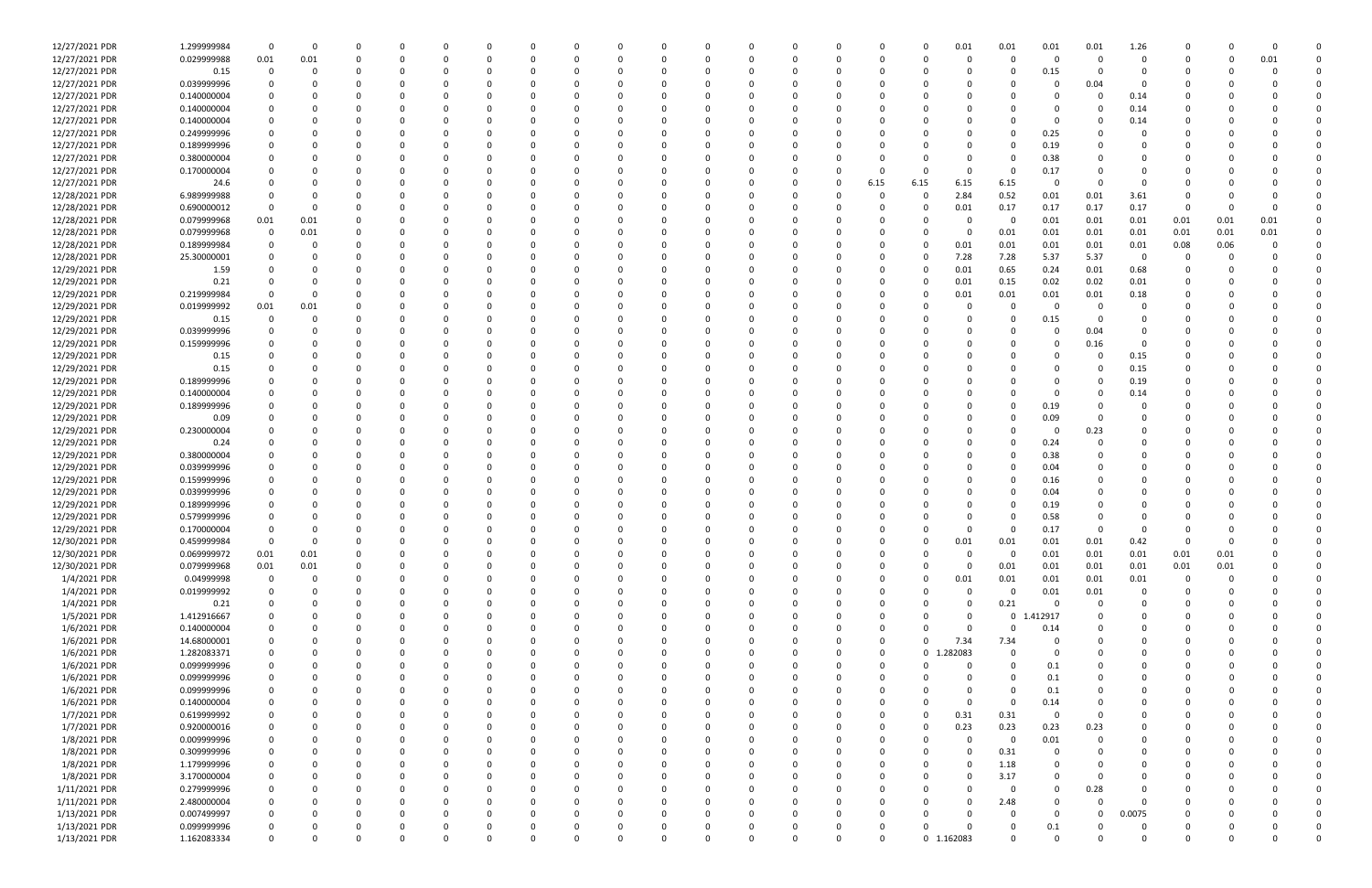| | | | | | | | | | | | | | | | | | | | | | | | | | | | | |
|---|---|---|---|---|---|---|---|---|---|---|---|---|---|---|---|---|---|---|---|---|---|---|---|---|---|---|---|---|
| 12/27/2021 PDR | 1.299999984 | 0 | 0 | 0 | 0 | 0 | 0 | 0 | 0 | 0 | 0 | 0 | 0 | 0 | 0 | 0 | 0 | 0 | 0 | 0.01 | 0.01 | 0.01 | 0.01 | 1.26 | 0 | 0 | 0 | 0 |
| 12/27/2021 PDR | 0.029999988 | 0.01 | 0.01 | 0 | 0 | 0 | 0 | 0 | 0 | 0 | 0 | 0 | 0 | 0 | 0 | 0 | 0 | 0 | 0 | 0 | 0 | 0 | 0 | 0 | 0 | 0 | 0.01 | 0 |
| 12/27/2021 PDR | 0.15 | 0 | 0 | 0 | 0 | 0 | 0 | 0 | 0 | 0 | 0 | 0 | 0 | 0 | 0 | 0 | 0 | 0 | 0 | 0 | 0 | 0.15 | 0 | 0 | 0 | 0 | 0 | 0 |
| 12/27/2021 PDR | 0.039999996 | 0 | 0 | 0 | 0 | 0 | 0 | 0 | 0 | 0 | 0 | 0 | 0 | 0 | 0 | 0 | 0 | 0 | 0 | 0 | 0 | 0 | 0.04 | 0 | 0 | 0 | 0 | 0 |
| 12/27/2021 PDR | 0.140000004 | 0 | 0 | 0 | 0 | 0 | 0 | 0 | 0 | 0 | 0 | 0 | 0 | 0 | 0 | 0 | 0 | 0 | 0 | 0 | 0 | 0 | 0 | 0.14 | 0 | 0 | 0 | 0 |
| 12/27/2021 PDR | 0.140000004 | 0 | 0 | 0 | 0 | 0 | 0 | 0 | 0 | 0 | 0 | 0 | 0 | 0 | 0 | 0 | 0 | 0 | 0 | 0 | 0 | 0 | 0 | 0.14 | 0 | 0 | 0 | 0 |
| 12/27/2021 PDR | 0.140000004 | 0 | 0 | 0 | 0 | 0 | 0 | 0 | 0 | 0 | 0 | 0 | 0 | 0 | 0 | 0 | 0 | 0 | 0 | 0 | 0 | 0 | 0 | 0.14 | 0 | 0 | 0 | 0 |
| 12/27/2021 PDR | 0.249999996 | 0 | 0 | 0 | 0 | 0 | 0 | 0 | 0 | 0 | 0 | 0 | 0 | 0 | 0 | 0 | 0 | 0 | 0 | 0 | 0 | 0.25 | 0 | 0 | 0 | 0 | 0 | 0 |
| 12/27/2021 PDR | 0.189999996 | 0 | 0 | 0 | 0 | 0 | 0 | 0 | 0 | 0 | 0 | 0 | 0 | 0 | 0 | 0 | 0 | 0 | 0 | 0 | 0 | 0.19 | 0 | 0 | 0 | 0 | 0 | 0 |
| 12/27/2021 PDR | 0.380000004 | 0 | 0 | 0 | 0 | 0 | 0 | 0 | 0 | 0 | 0 | 0 | 0 | 0 | 0 | 0 | 0 | 0 | 0 | 0 | 0 | 0.38 | 0 | 0 | 0 | 0 | 0 | 0 |
| 12/27/2021 PDR | 0.170000004 | 0 | 0 | 0 | 0 | 0 | 0 | 0 | 0 | 0 | 0 | 0 | 0 | 0 | 0 | 0 | 0 | 0 | 0 | 0 | 0 | 0.17 | 0 | 0 | 0 | 0 | 0 | 0 |
| 12/27/2021 PDR | 24.6 | 0 | 0 | 0 | 0 | 0 | 0 | 0 | 0 | 0 | 0 | 0 | 0 | 0 | 0 | 0 | 0 | 6.15 | 6.15 | 6.15 | 6.15 | 0 | 0 | 0 | 0 | 0 | 0 | 0 |
| 12/28/2021 PDR | 6.989999988 | 0 | 0 | 0 | 0 | 0 | 0 | 0 | 0 | 0 | 0 | 0 | 0 | 0 | 0 | 0 | 0 | 0 | 0 | 2.84 | 0.52 | 0.01 | 0.01 | 3.61 | 0 | 0 | 0 | 0 |
| 12/28/2021 PDR | 0.690000012 | 0 | 0 | 0 | 0 | 0 | 0 | 0 | 0 | 0 | 0 | 0 | 0 | 0 | 0 | 0 | 0 | 0 | 0 | 0.01 | 0.17 | 0.17 | 0.17 | 0.17 | 0 | 0 | 0 | 0 |
| 12/28/2021 PDR | 0.079999968 | 0.01 | 0.01 | 0 | 0 | 0 | 0 | 0 | 0 | 0 | 0 | 0 | 0 | 0 | 0 | 0 | 0 | 0 | 0 | 0 | 0 | 0.01 | 0.01 | 0.01 | 0.01 | 0.01 | 0.01 | 0 |
| 12/28/2021 PDR | 0.079999968 | 0 | 0.01 | 0 | 0 | 0 | 0 | 0 | 0 | 0 | 0 | 0 | 0 | 0 | 0 | 0 | 0 | 0 | 0 | 0 | 0.01 | 0.01 | 0.01 | 0.01 | 0.01 | 0.01 | 0.01 | 0 |
| 12/28/2021 PDR | 0.189999984 | 0 | 0 | 0 | 0 | 0 | 0 | 0 | 0 | 0 | 0 | 0 | 0 | 0 | 0 | 0 | 0 | 0 | 0 | 0.01 | 0.01 | 0.01 | 0.01 | 0.01 | 0.08 | 0.06 | 0 | 0 |
| 12/28/2021 PDR | 25.30000001 | 0 | 0 | 0 | 0 | 0 | 0 | 0 | 0 | 0 | 0 | 0 | 0 | 0 | 0 | 0 | 0 | 0 | 0 | 7.28 | 7.28 | 5.37 | 5.37 | 0 | 0 | 0 | 0 | 0 |
| 12/29/2021 PDR | 1.59 | 0 | 0 | 0 | 0 | 0 | 0 | 0 | 0 | 0 | 0 | 0 | 0 | 0 | 0 | 0 | 0 | 0 | 0 | 0.01 | 0.65 | 0.24 | 0.01 | 0.68 | 0 | 0 | 0 | 0 |
| 12/29/2021 PDR | 0.21 | 0 | 0 | 0 | 0 | 0 | 0 | 0 | 0 | 0 | 0 | 0 | 0 | 0 | 0 | 0 | 0 | 0 | 0 | 0.01 | 0.15 | 0.02 | 0.02 | 0.01 | 0 | 0 | 0 | 0 |
| 12/29/2021 PDR | 0.219999984 | 0 | 0 | 0 | 0 | 0 | 0 | 0 | 0 | 0 | 0 | 0 | 0 | 0 | 0 | 0 | 0 | 0 | 0 | 0.01 | 0.01 | 0.01 | 0.01 | 0.18 | 0 | 0 | 0 | 0 |
| 12/29/2021 PDR | 0.019999992 | 0.01 | 0.01 | 0 | 0 | 0 | 0 | 0 | 0 | 0 | 0 | 0 | 0 | 0 | 0 | 0 | 0 | 0 | 0 | 0 | 0 | 0 | 0 | 0 | 0 | 0 | 0 | 0 |
| 12/29/2021 PDR | 0.15 | 0 | 0 | 0 | 0 | 0 | 0 | 0 | 0 | 0 | 0 | 0 | 0 | 0 | 0 | 0 | 0 | 0 | 0 | 0 | 0 | 0.15 | 0 | 0 | 0 | 0 | 0 | 0 |
| 12/29/2021 PDR | 0.039999996 | 0 | 0 | 0 | 0 | 0 | 0 | 0 | 0 | 0 | 0 | 0 | 0 | 0 | 0 | 0 | 0 | 0 | 0 | 0 | 0 | 0 | 0.04 | 0 | 0 | 0 | 0 | 0 |
| 12/29/2021 PDR | 0.159999996 | 0 | 0 | 0 | 0 | 0 | 0 | 0 | 0 | 0 | 0 | 0 | 0 | 0 | 0 | 0 | 0 | 0 | 0 | 0 | 0 | 0 | 0.16 | 0 | 0 | 0 | 0 | 0 |
| 12/29/2021 PDR | 0.15 | 0 | 0 | 0 | 0 | 0 | 0 | 0 | 0 | 0 | 0 | 0 | 0 | 0 | 0 | 0 | 0 | 0 | 0 | 0 | 0 | 0 | 0 | 0.15 | 0 | 0 | 0 | 0 |
| 12/29/2021 PDR | 0.15 | 0 | 0 | 0 | 0 | 0 | 0 | 0 | 0 | 0 | 0 | 0 | 0 | 0 | 0 | 0 | 0 | 0 | 0 | 0 | 0 | 0 | 0 | 0.15 | 0 | 0 | 0 | 0 |
| 12/29/2021 PDR | 0.189999996 | 0 | 0 | 0 | 0 | 0 | 0 | 0 | 0 | 0 | 0 | 0 | 0 | 0 | 0 | 0 | 0 | 0 | 0 | 0 | 0 | 0 | 0 | 0.19 | 0 | 0 | 0 | 0 |
| 12/29/2021 PDR | 0.140000004 | 0 | 0 | 0 | 0 | 0 | 0 | 0 | 0 | 0 | 0 | 0 | 0 | 0 | 0 | 0 | 0 | 0 | 0 | 0 | 0 | 0 | 0 | 0.14 | 0 | 0 | 0 | 0 |
| 12/29/2021 PDR | 0.189999996 | 0 | 0 | 0 | 0 | 0 | 0 | 0 | 0 | 0 | 0 | 0 | 0 | 0 | 0 | 0 | 0 | 0 | 0 | 0 | 0 | 0.19 | 0 | 0 | 0 | 0 | 0 | 0 |
| 12/29/2021 PDR | 0.09 | 0 | 0 | 0 | 0 | 0 | 0 | 0 | 0 | 0 | 0 | 0 | 0 | 0 | 0 | 0 | 0 | 0 | 0 | 0 | 0 | 0.09 | 0 | 0 | 0 | 0 | 0 | 0 |
| 12/29/2021 PDR | 0.230000004 | 0 | 0 | 0 | 0 | 0 | 0 | 0 | 0 | 0 | 0 | 0 | 0 | 0 | 0 | 0 | 0 | 0 | 0 | 0 | 0 | 0 | 0.23 | 0 | 0 | 0 | 0 | 0 |
| 12/29/2021 PDR | 0.24 | 0 | 0 | 0 | 0 | 0 | 0 | 0 | 0 | 0 | 0 | 0 | 0 | 0 | 0 | 0 | 0 | 0 | 0 | 0 | 0 | 0.24 | 0 | 0 | 0 | 0 | 0 | 0 |
| 12/29/2021 PDR | 0.380000004 | 0 | 0 | 0 | 0 | 0 | 0 | 0 | 0 | 0 | 0 | 0 | 0 | 0 | 0 | 0 | 0 | 0 | 0 | 0 | 0 | 0.38 | 0 | 0 | 0 | 0 | 0 | 0 |
| 12/29/2021 PDR | 0.039999996 | 0 | 0 | 0 | 0 | 0 | 0 | 0 | 0 | 0 | 0 | 0 | 0 | 0 | 0 | 0 | 0 | 0 | 0 | 0 | 0 | 0.04 | 0 | 0 | 0 | 0 | 0 | 0 |
| 12/29/2021 PDR | 0.159999996 | 0 | 0 | 0 | 0 | 0 | 0 | 0 | 0 | 0 | 0 | 0 | 0 | 0 | 0 | 0 | 0 | 0 | 0 | 0 | 0 | 0.16 | 0 | 0 | 0 | 0 | 0 | 0 |
| 12/29/2021 PDR | 0.039999996 | 0 | 0 | 0 | 0 | 0 | 0 | 0 | 0 | 0 | 0 | 0 | 0 | 0 | 0 | 0 | 0 | 0 | 0 | 0 | 0 | 0.04 | 0 | 0 | 0 | 0 | 0 | 0 |
| 12/29/2021 PDR | 0.189999996 | 0 | 0 | 0 | 0 | 0 | 0 | 0 | 0 | 0 | 0 | 0 | 0 | 0 | 0 | 0 | 0 | 0 | 0 | 0 | 0 | 0.19 | 0 | 0 | 0 | 0 | 0 | 0 |
| 12/29/2021 PDR | 0.579999996 | 0 | 0 | 0 | 0 | 0 | 0 | 0 | 0 | 0 | 0 | 0 | 0 | 0 | 0 | 0 | 0 | 0 | 0 | 0 | 0 | 0.58 | 0 | 0 | 0 | 0 | 0 | 0 |
| 12/29/2021 PDR | 0.170000004 | 0 | 0 | 0 | 0 | 0 | 0 | 0 | 0 | 0 | 0 | 0 | 0 | 0 | 0 | 0 | 0 | 0 | 0 | 0 | 0 | 0.17 | 0 | 0 | 0 | 0 | 0 | 0 |
| 12/30/2021 PDR | 0.459999984 | 0 | 0 | 0 | 0 | 0 | 0 | 0 | 0 | 0 | 0 | 0 | 0 | 0 | 0 | 0 | 0 | 0 | 0 | 0.01 | 0.01 | 0.01 | 0.01 | 0.42 | 0 | 0 | 0 | 0 |
| 12/30/2021 PDR | 0.069999972 | 0.01 | 0.01 | 0 | 0 | 0 | 0 | 0 | 0 | 0 | 0 | 0 | 0 | 0 | 0 | 0 | 0 | 0 | 0 | 0 | 0 | 0.01 | 0.01 | 0.01 | 0.01 | 0.01 | 0 | 0 |
| 12/30/2021 PDR | 0.079999968 | 0.01 | 0.01 | 0 | 0 | 0 | 0 | 0 | 0 | 0 | 0 | 0 | 0 | 0 | 0 | 0 | 0 | 0 | 0 | 0 | 0.01 | 0.01 | 0.01 | 0.01 | 0.01 | 0.01 | 0 | 0 |
| 1/4/2021 PDR | 0.04999998 | 0 | 0 | 0 | 0 | 0 | 0 | 0 | 0 | 0 | 0 | 0 | 0 | 0 | 0 | 0 | 0 | 0 | 0 | 0.01 | 0.01 | 0.01 | 0.01 | 0.01 | 0 | 0 | 0 | 0 |
| 1/4/2021 PDR | 0.019999992 | 0 | 0 | 0 | 0 | 0 | 0 | 0 | 0 | 0 | 0 | 0 | 0 | 0 | 0 | 0 | 0 | 0 | 0 | 0 | 0 | 0.01 | 0.01 | 0 | 0 | 0 | 0 | 0 |
| 1/4/2021 PDR | 0.21 | 0 | 0 | 0 | 0 | 0 | 0 | 0 | 0 | 0 | 0 | 0 | 0 | 0 | 0 | 0 | 0 | 0 | 0 | 0 | 0.21 | 0 | 0 | 0 | 0 | 0 | 0 | 0 |
| 1/5/2021 PDR | 1.412916667 | 0 | 0 | 0 | 0 | 0 | 0 | 0 | 0 | 0 | 0 | 0 | 0 | 0 | 0 | 0 | 0 | 0 | 0 | 0 | 0 | 1.412917 | 0 | 0 | 0 | 0 | 0 | 0 |
| 1/6/2021 PDR | 0.140000004 | 0 | 0 | 0 | 0 | 0 | 0 | 0 | 0 | 0 | 0 | 0 | 0 | 0 | 0 | 0 | 0 | 0 | 0 | 0 | 0 | 0.14 | 0 | 0 | 0 | 0 | 0 | 0 |
| 1/6/2021 PDR | 14.68000001 | 0 | 0 | 0 | 0 | 0 | 0 | 0 | 0 | 0 | 0 | 0 | 0 | 0 | 0 | 0 | 0 | 0 | 0 | 7.34 | 7.34 | 0 | 0 | 0 | 0 | 0 | 0 | 0 |
| 1/6/2021 PDR | 1.282083371 | 0 | 0 | 0 | 0 | 0 | 0 | 0 | 0 | 0 | 0 | 0 | 0 | 0 | 0 | 0 | 0 | 0 | 0 | 1.282083 | 0 | 0 | 0 | 0 | 0 | 0 | 0 | 0 |
| 1/6/2021 PDR | 0.099999996 | 0 | 0 | 0 | 0 | 0 | 0 | 0 | 0 | 0 | 0 | 0 | 0 | 0 | 0 | 0 | 0 | 0 | 0 | 0 | 0 | 0.1 | 0 | 0 | 0 | 0 | 0 | 0 |
| 1/6/2021 PDR | 0.099999996 | 0 | 0 | 0 | 0 | 0 | 0 | 0 | 0 | 0 | 0 | 0 | 0 | 0 | 0 | 0 | 0 | 0 | 0 | 0 | 0 | 0.1 | 0 | 0 | 0 | 0 | 0 | 0 |
| 1/6/2021 PDR | 0.099999996 | 0 | 0 | 0 | 0 | 0 | 0 | 0 | 0 | 0 | 0 | 0 | 0 | 0 | 0 | 0 | 0 | 0 | 0 | 0 | 0 | 0.1 | 0 | 0 | 0 | 0 | 0 | 0 |
| 1/6/2021 PDR | 0.140000004 | 0 | 0 | 0 | 0 | 0 | 0 | 0 | 0 | 0 | 0 | 0 | 0 | 0 | 0 | 0 | 0 | 0 | 0 | 0 | 0 | 0.14 | 0 | 0 | 0 | 0 | 0 | 0 |
| 1/7/2021 PDR | 0.619999992 | 0 | 0 | 0 | 0 | 0 | 0 | 0 | 0 | 0 | 0 | 0 | 0 | 0 | 0 | 0 | 0 | 0 | 0 | 0.31 | 0.31 | 0 | 0 | 0 | 0 | 0 | 0 | 0 |
| 1/7/2021 PDR | 0.920000016 | 0 | 0 | 0 | 0 | 0 | 0 | 0 | 0 | 0 | 0 | 0 | 0 | 0 | 0 | 0 | 0 | 0 | 0 | 0.23 | 0.23 | 0.23 | 0.23 | 0 | 0 | 0 | 0 | 0 |
| 1/8/2021 PDR | 0.009999996 | 0 | 0 | 0 | 0 | 0 | 0 | 0 | 0 | 0 | 0 | 0 | 0 | 0 | 0 | 0 | 0 | 0 | 0 | 0 | 0 | 0.01 | 0 | 0 | 0 | 0 | 0 | 0 |
| 1/8/2021 PDR | 0.309999996 | 0 | 0 | 0 | 0 | 0 | 0 | 0 | 0 | 0 | 0 | 0 | 0 | 0 | 0 | 0 | 0 | 0 | 0 | 0 | 0.31 | 0 | 0 | 0 | 0 | 0 | 0 | 0 |
| 1/8/2021 PDR | 1.179999996 | 0 | 0 | 0 | 0 | 0 | 0 | 0 | 0 | 0 | 0 | 0 | 0 | 0 | 0 | 0 | 0 | 0 | 0 | 0 | 1.18 | 0 | 0 | 0 | 0 | 0 | 0 | 0 |
| 1/8/2021 PDR | 3.170000004 | 0 | 0 | 0 | 0 | 0 | 0 | 0 | 0 | 0 | 0 | 0 | 0 | 0 | 0 | 0 | 0 | 0 | 0 | 0 | 3.17 | 0 | 0 | 0 | 0 | 0 | 0 | 0 |
| 1/11/2021 PDR | 0.279999996 | 0 | 0 | 0 | 0 | 0 | 0 | 0 | 0 | 0 | 0 | 0 | 0 | 0 | 0 | 0 | 0 | 0 | 0 | 0 | 0 | 0 | 0.28 | 0 | 0 | 0 | 0 | 0 |
| 1/11/2021 PDR | 2.480000004 | 0 | 0 | 0 | 0 | 0 | 0 | 0 | 0 | 0 | 0 | 0 | 0 | 0 | 0 | 0 | 0 | 0 | 0 | 0 | 2.48 | 0 | 0 | 0 | 0 | 0 | 0 | 0 |
| 1/13/2021 PDR | 0.007499997 | 0 | 0 | 0 | 0 | 0 | 0 | 0 | 0 | 0 | 0 | 0 | 0 | 0 | 0 | 0 | 0 | 0 | 0 | 0 | 0 | 0 | 0 | 0.0075 | 0 | 0 | 0 | 0 |
| 1/13/2021 PDR | 0.099999996 | 0 | 0 | 0 | 0 | 0 | 0 | 0 | 0 | 0 | 0 | 0 | 0 | 0 | 0 | 0 | 0 | 0 | 0 | 0 | 0 | 0.1 | 0 | 0 | 0 | 0 | 0 | 0 |
| 1/13/2021 PDR | 1.162083334 | 0 | 0 | 0 | 0 | 0 | 0 | 0 | 0 | 0 | 0 | 0 | 0 | 0 | 0 | 0 | 0 | 0 | 0 | 1.162083 | 0 | 0 | 0 | 0 | 0 | 0 | 0 | 0 |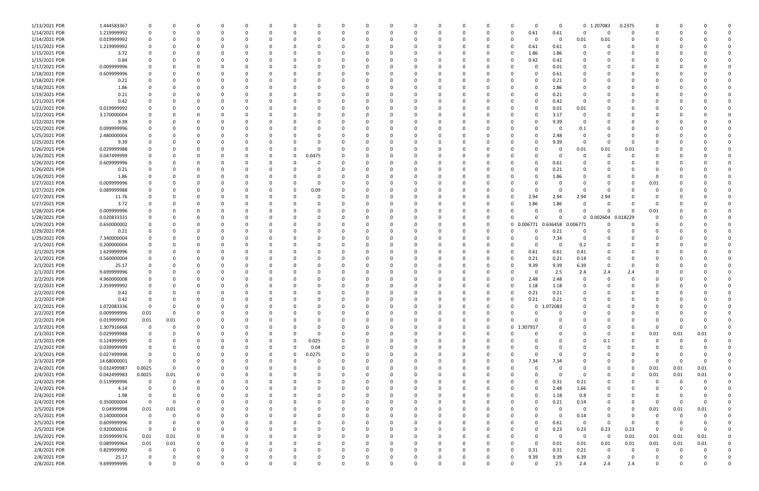| | | | | | | | | | | | | | | | | | | | | | | | | | | | | | |
|---|---|---|---|---|---|---|---|---|---|---|---|---|---|---|---|---|---|---|---|---|---|---|---|---|---|---|---|---|---|
| 1/13/2021 PDR | 1.444583367 | 0 | 0 | 0 | 0 | 0 | 0 | 0 | 0 | 0 | 0 | 0 | 0 | 0 | 0 | 0 | 0 | 0 | 0 | 0 | 0 | 0 | 0 | 1.207083 | 0.2375 | 0 | 0 | 0 | 0 |
| 1/14/2021 PDR | 1.219999992 | 0 | 0 | 0 | 0 | 0 | 0 | 0 | 0 | 0 | 0 | 0 | 0 | 0 | 0 | 0 | 0 | 0 | 0 | 0 | 0.61 | 0.61 | 0 | 0 | 0 | 0 | 0 | 0 | 0 |
| 1/14/2021 PDR | 0.019999992 | 0 | 0 | 0 | 0 | 0 | 0 | 0 | 0 | 0 | 0 | 0 | 0 | 0 | 0 | 0 | 0 | 0 | 0 | 0 | 0 | 0 | 0.01 | 0.01 | 0 | 0 | 0 | 0 | 0 |
| 1/15/2021 PDR | 1.219999992 | 0 | 0 | 0 | 0 | 0 | 0 | 0 | 0 | 0 | 0 | 0 | 0 | 0 | 0 | 0 | 0 | 0 | 0 | 0 | 0.61 | 0.61 | 0 | 0 | 0 | 0 | 0 | 0 | 0 |
| 1/15/2021 PDR | 3.72 | 0 | 0 | 0 | 0 | 0 | 0 | 0 | 0 | 0 | 0 | 0 | 0 | 0 | 0 | 0 | 0 | 0 | 0 | 0 | 1.86 | 1.86 | 0 | 0 | 0 | 0 | 0 | 0 | 0 |
| 1/15/2021 PDR | 0.84 | 0 | 0 | 0 | 0 | 0 | 0 | 0 | 0 | 0 | 0 | 0 | 0 | 0 | 0 | 0 | 0 | 0 | 0 | 0 | 0.42 | 0.42 | 0 | 0 | 0 | 0 | 0 | 0 | 0 |
| 1/17/2021 PDR | 0.009999996 | 0 | 0 | 0 | 0 | 0 | 0 | 0 | 0 | 0 | 0 | 0 | 0 | 0 | 0 | 0 | 0 | 0 | 0 | 0 | 0 | 0.01 | 0 | 0 | 0 | 0 | 0 | 0 | 0 |
| 1/18/2021 PDR | 0.609999996 | 0 | 0 | 0 | 0 | 0 | 0 | 0 | 0 | 0 | 0 | 0 | 0 | 0 | 0 | 0 | 0 | 0 | 0 | 0 | 0 | 0.61 | 0 | 0 | 0 | 0 | 0 | 0 | 0 |
| 1/18/2021 PDR | 0.21 | 0 | 0 | 0 | 0 | 0 | 0 | 0 | 0 | 0 | 0 | 0 | 0 | 0 | 0 | 0 | 0 | 0 | 0 | 0 | 0 | 0.21 | 0 | 0 | 0 | 0 | 0 | 0 | 0 |
| 1/18/2021 PDR | 1.86 | 0 | 0 | 0 | 0 | 0 | 0 | 0 | 0 | 0 | 0 | 0 | 0 | 0 | 0 | 0 | 0 | 0 | 0 | 0 | 0 | 1.86 | 0 | 0 | 0 | 0 | 0 | 0 | 0 |
| 1/19/2021 PDR | 0.21 | 0 | 0 | 0 | 0 | 0 | 0 | 0 | 0 | 0 | 0 | 0 | 0 | 0 | 0 | 0 | 0 | 0 | 0 | 0 | 0 | 0.21 | 0 | 0 | 0 | 0 | 0 | 0 | 0 |
| 1/21/2021 PDR | 0.42 | 0 | 0 | 0 | 0 | 0 | 0 | 0 | 0 | 0 | 0 | 0 | 0 | 0 | 0 | 0 | 0 | 0 | 0 | 0 | 0 | 0.42 | 0 | 0 | 0 | 0 | 0 | 0 | 0 |
| 1/22/2021 PDR | 0.019999992 | 0 | 0 | 0 | 0 | 0 | 0 | 0 | 0 | 0 | 0 | 0 | 0 | 0 | 0 | 0 | 0 | 0 | 0 | 0 | 0 | 0.01 | 0.01 | 0 | 0 | 0 | 0 | 0 | 0 |
| 1/22/2021 PDR | 3.170000004 | 0 | 0 | 0 | 0 | 0 | 0 | 0 | 0 | 0 | 0 | 0 | 0 | 0 | 0 | 0 | 0 | 0 | 0 | 0 | 0 | 3.17 | 0 | 0 | 0 | 0 | 0 | 0 | 0 |
| 1/22/2021 PDR | 9.39 | 0 | 0 | 0 | 0 | 0 | 0 | 0 | 0 | 0 | 0 | 0 | 0 | 0 | 0 | 0 | 0 | 0 | 0 | 0 | 0 | 9.39 | 0 | 0 | 0 | 0 | 0 | 0 | 0 |
| 1/25/2021 PDR | 0.099999996 | 0 | 0 | 0 | 0 | 0 | 0 | 0 | 0 | 0 | 0 | 0 | 0 | 0 | 0 | 0 | 0 | 0 | 0 | 0 | 0 | 0 | 0.1 | 0 | 0 | 0 | 0 | 0 | 0 |
| 1/25/2021 PDR | 2.480000004 | 0 | 0 | 0 | 0 | 0 | 0 | 0 | 0 | 0 | 0 | 0 | 0 | 0 | 0 | 0 | 0 | 0 | 0 | 0 | 0 | 2.48 | 0 | 0 | 0 | 0 | 0 | 0 | 0 |
| 1/25/2021 PDR | 9.39 | 0 | 0 | 0 | 0 | 0 | 0 | 0 | 0 | 0 | 0 | 0 | 0 | 0 | 0 | 0 | 0 | 0 | 0 | 0 | 0 | 9.39 | 0 | 0 | 0 | 0 | 0 | 0 | 0 |
| 1/26/2021 PDR | 0.029999988 | 0 | 0 | 0 | 0 | 0 | 0 | 0 | 0 | 0 | 0 | 0 | 0 | 0 | 0 | 0 | 0 | 0 | 0 | 0 | 0 | 0 | 0.01 | 0.01 | 0.01 | 0 | 0 | 0 | 0 |
| 1/26/2021 PDR | 0.047499999 | 0 | 0 | 0 | 0 | 0 | 0 | 0 | 0 | 0 | 0.0475 | 0 | 0 | 0 | 0 | 0 | 0 | 0 | 0 | 0 | 0 | 0 | 0 | 0 | 0 | 0 | 0 | 0 | 0 |
| 1/26/2021 PDR | 0.609999996 | 0 | 0 | 0 | 0 | 0 | 0 | 0 | 0 | 0 | 0 | 0 | 0 | 0 | 0 | 0 | 0 | 0 | 0 | 0 | 0 | 0.61 | 0 | 0 | 0 | 0 | 0 | 0 | 0 |
| 1/26/2021 PDR | 0.21 | 0 | 0 | 0 | 0 | 0 | 0 | 0 | 0 | 0 | 0 | 0 | 0 | 0 | 0 | 0 | 0 | 0 | 0 | 0 | 0 | 0.21 | 0 | 0 | 0 | 0 | 0 | 0 | 0 |
| 1/26/2021 PDR | 1.86 | 0 | 0 | 0 | 0 | 0 | 0 | 0 | 0 | 0 | 0 | 0 | 0 | 0 | 0 | 0 | 0 | 0 | 0 | 0 | 0 | 1.86 | 0 | 0 | 0 | 0 | 0 | 0 | 0 |
| 1/27/2021 PDR | 0.009999996 | 0 | 0 | 0 | 0 | 0 | 0 | 0 | 0 | 0 | 0 | 0 | 0 | 0 | 0 | 0 | 0 | 0 | 0 | 0 | 0 | 0 | 0 | 0 | 0 | 0.01 | 0 | 0 | 0 |
| 1/27/2021 PDR | 0.089999988 | 0 | 0 | 0 | 0 | 0 | 0 | 0 | 0 | 0 | 0.09 | 0 | 0 | 0 | 0 | 0 | 0 | 0 | 0 | 0 | 0 | 0 | 0 | 0 | 0 | 0 | 0 | 0 | 0 |
| 1/27/2021 PDR | 11.76 | 0 | 0 | 0 | 0 | 0 | 0 | 0 | 0 | 0 | 0 | 0 | 0 | 0 | 0 | 0 | 0 | 0 | 0 | 0 | 2.94 | 2.94 | 2.94 | 2.94 | 0 | 0 | 0 | 0 | 0 |
| 1/27/2021 PDR | 3.72 | 0 | 0 | 0 | 0 | 0 | 0 | 0 | 0 | 0 | 0 | 0 | 0 | 0 | 0 | 0 | 0 | 0 | 0 | 0 | 1.86 | 1.86 | 0 | 0 | 0 | 0 | 0 | 0 | 0 |
| 1/28/2021 PDR | 0.009999996 | 0 | 0 | 0 | 0 | 0 | 0 | 0 | 0 | 0 | 0 | 0 | 0 | 0 | 0 | 0 | 0 | 0 | 0 | 0 | 0 | 0 | 0 | 0 | 0 | 0.01 | 0 | 0 | 0 |
| 1/28/2021 PDR | 0.020833331 | 0 | 0 | 0 | 0 | 0 | 0 | 0 | 0 | 0 | 0 | 0 | 0 | 0 | 0 | 0 | 0 | 0 | 0 | 0 | 0 | 0 | 0 | 0.002604 | 0.018229 | 0 | 0 | 0 | 0 |
| 1/29/2021 PDR | 0.650000002 | 0 | 0 | 0 | 0 | 0 | 0 | 0 | 0 | 0 | 0 | 0 | 0 | 0 | 0 | 0 | 0 | 0 | 0 | 0 | 0.006771 | 0.636458 | 0.006771 | 0 | 0 | 0 | 0 | 0 | 0 |
| 1/29/2021 PDR | 0.21 | 0 | 0 | 0 | 0 | 0 | 0 | 0 | 0 | 0 | 0 | 0 | 0 | 0 | 0 | 0 | 0 | 0 | 0 | 0 | 0 | 0.21 | 0 | 0 | 0 | 0 | 0 | 0 | 0 |
| 1/29/2021 PDR | 7.340000004 | 0 | 0 | 0 | 0 | 0 | 0 | 0 | 0 | 0 | 0 | 0 | 0 | 0 | 0 | 0 | 0 | 0 | 0 | 0 | 0 | 7.34 | 0 | 0 | 0 | 0 | 0 | 0 | 0 |
| 2/1/2021 PDR | 0.200000004 | 0 | 0 | 0 | 0 | 0 | 0 | 0 | 0 | 0 | 0 | 0 | 0 | 0 | 0 | 0 | 0 | 0 | 0 | 0 | 0 | 0 | 0.2 | 0 | 0 | 0 | 0 | 0 | 0 |
| 2/1/2021 PDR | 1.629999996 | 0 | 0 | 0 | 0 | 0 | 0 | 0 | 0 | 0 | 0 | 0 | 0 | 0 | 0 | 0 | 0 | 0 | 0 | 0 | 0.61 | 0.61 | 0.41 | 0 | 0 | 0 | 0 | 0 | 0 |
| 2/1/2021 PDR | 0.560000004 | 0 | 0 | 0 | 0 | 0 | 0 | 0 | 0 | 0 | 0 | 0 | 0 | 0 | 0 | 0 | 0 | 0 | 0 | 0 | 0.21 | 0.21 | 0.14 | 0 | 0 | 0 | 0 | 0 | 0 |
| 2/1/2021 PDR | 25.17 | 0 | 0 | 0 | 0 | 0 | 0 | 0 | 0 | 0 | 0 | 0 | 0 | 0 | 0 | 0 | 0 | 0 | 0 | 0 | 9.39 | 9.39 | 6.39 | 0 | 0 | 0 | 0 | 0 | 0 |
| 2/1/2021 PDR | 9.699999996 | 0 | 0 | 0 | 0 | 0 | 0 | 0 | 0 | 0 | 0 | 0 | 0 | 0 | 0 | 0 | 0 | 0 | 0 | 0 | 0 | 2.5 | 2.4 | 2.4 | 2.4 | 0 | 0 | 0 | 0 |
| 2/2/2021 PDR | 4.960000008 | 0 | 0 | 0 | 0 | 0 | 0 | 0 | 0 | 0 | 0 | 0 | 0 | 0 | 0 | 0 | 0 | 0 | 0 | 0 | 2.48 | 2.48 | 0 | 0 | 0 | 0 | 0 | 0 | 0 |
| 2/2/2021 PDR | 2.359999992 | 0 | 0 | 0 | 0 | 0 | 0 | 0 | 0 | 0 | 0 | 0 | 0 | 0 | 0 | 0 | 0 | 0 | 0 | 0 | 1.18 | 1.18 | 0 | 0 | 0 | 0 | 0 | 0 | 0 |
| 2/2/2021 PDR | 0.42 | 0 | 0 | 0 | 0 | 0 | 0 | 0 | 0 | 0 | 0 | 0 | 0 | 0 | 0 | 0 | 0 | 0 | 0 | 0 | 0.21 | 0.21 | 0 | 0 | 0 | 0 | 0 | 0 | 0 |
| 2/2/2021 PDR | 0.42 | 0 | 0 | 0 | 0 | 0 | 0 | 0 | 0 | 0 | 0 | 0 | 0 | 0 | 0 | 0 | 0 | 0 | 0 | 0 | 0.21 | 0.21 | 0 | 0 | 0 | 0 | 0 | 0 | 0 |
| 2/2/2021 PDR | 1.072083336 | 0 | 0 | 0 | 0 | 0 | 0 | 0 | 0 | 0 | 0 | 0 | 0 | 0 | 0 | 0 | 0 | 0 | 0 | 0 | 0 | 1.072083 | 0 | 0 | 0 | 0 | 0 | 0 | 0 |
| 2/2/2021 PDR | 0.009999996 | 0.01 | 0 | 0 | 0 | 0 | 0 | 0 | 0 | 0 | 0 | 0 | 0 | 0 | 0 | 0 | 0 | 0 | 0 | 0 | 0 | 0 | 0 | 0 | 0 | 0 | 0 | 0 | 0 |
| 2/2/2021 PDR | 0.019999992 | 0.01 | 0.01 | 0 | 0 | 0 | 0 | 0 | 0 | 0 | 0 | 0 | 0 | 0 | 0 | 0 | 0 | 0 | 0 | 0 | 0 | 0 | 0 | 0 | 0 | 0 | 0 | 0 | 0 |
| 2/3/2021 PDR | 1.307916668 | 0 | 0 | 0 | 0 | 0 | 0 | 0 | 0 | 0 | 0 | 0 | 0 | 0 | 0 | 0 | 0 | 0 | 0 | 0 | 1.307917 | 0 | 0 | 0 | 0 | 0 | 0 | 0 | 0 |
| 2/3/2021 PDR | 0.029999988 | 0 | 0 | 0 | 0 | 0 | 0 | 0 | 0 | 0 | 0 | 0 | 0 | 0 | 0 | 0 | 0 | 0 | 0 | 0 | 0 | 0 | 0 | 0 | 0 | 0.01 | 0.01 | 0.01 | 0 |
| 2/3/2021 PDR | 0.124999995 | 0 | 0 | 0 | 0 | 0 | 0 | 0 | 0 | 0 | 0.025 | 0 | 0 | 0 | 0 | 0 | 0 | 0 | 0 | 0 | 0 | 0 | 0 | 0.1 | 0 | 0 | 0 | 0 | 0 |
| 2/3/2021 PDR | 0.039999999 | 0 | 0 | 0 | 0 | 0 | 0 | 0 | 0 | 0 | 0.04 | 0 | 0 | 0 | 0 | 0 | 0 | 0 | 0 | 0 | 0 | 0 | 0 | 0 | 0 | 0 | 0 | 0 | 0 |
| 2/3/2021 PDR | 0.027499998 | 0 | 0 | 0 | 0 | 0 | 0 | 0 | 0 | 0 | 0.0275 | 0 | 0 | 0 | 0 | 0 | 0 | 0 | 0 | 0 | 0 | 0 | 0 | 0 | 0 | 0 | 0 | 0 | 0 |
| 2/3/2021 PDR | 14.68000001 | 0 | 0 | 0 | 0 | 0 | 0 | 0 | 0 | 0 | 0 | 0 | 0 | 0 | 0 | 0 | 0 | 0 | 0 | 0 | 7.34 | 7.34 | 0 | 0 | 0 | 0 | 0 | 0 | 0 |
| 2/4/2021 PDR | 0.032499987 | 0.0025 | 0 | 0 | 0 | 0 | 0 | 0 | 0 | 0 | 0 | 0 | 0 | 0 | 0 | 0 | 0 | 0 | 0 | 0 | 0 | 0 | 0 | 0 | 0 | 0.01 | 0.01 | 0.01 | 0 |
| 2/4/2021 PDR | 0.042499983 | 0.0025 | 0.01 | 0 | 0 | 0 | 0 | 0 | 0 | 0 | 0 | 0 | 0 | 0 | 0 | 0 | 0 | 0 | 0 | 0 | 0 | 0 | 0 | 0 | 0 | 0.01 | 0.01 | 0.01 | 0 |
| 2/4/2021 PDR | 0.519999996 | 0 | 0 | 0 | 0 | 0 | 0 | 0 | 0 | 0 | 0 | 0 | 0 | 0 | 0 | 0 | 0 | 0 | 0 | 0 | 0 | 0.31 | 0.21 | 0 | 0 | 0 | 0 | 0 | 0 |
| 2/4/2021 PDR | 4.14 | 0 | 0 | 0 | 0 | 0 | 0 | 0 | 0 | 0 | 0 | 0 | 0 | 0 | 0 | 0 | 0 | 0 | 0 | 0 | 0 | 2.48 | 1.66 | 0 | 0 | 0 | 0 | 0 | 0 |
| 2/4/2021 PDR | 1.98 | 0 | 0 | 0 | 0 | 0 | 0 | 0 | 0 | 0 | 0 | 0 | 0 | 0 | 0 | 0 | 0 | 0 | 0 | 0 | 0 | 1.18 | 0.8 | 0 | 0 | 0 | 0 | 0 | 0 |
| 2/4/2021 PDR | 0.350000004 | 0 | 0 | 0 | 0 | 0 | 0 | 0 | 0 | 0 | 0 | 0 | 0 | 0 | 0 | 0 | 0 | 0 | 0 | 0 | 0 | 0.21 | 0.14 | 0 | 0 | 0 | 0 | 0 | 0 |
| 2/5/2021 PDR | 0.04999998 | 0.01 | 0.01 | 0 | 0 | 0 | 0 | 0 | 0 | 0 | 0 | 0 | 0 | 0 | 0 | 0 | 0 | 0 | 0 | 0 | 0 | 0 | 0 | 0 | 0 | 0.01 | 0.01 | 0.01 | 0 |
| 2/5/2021 PDR | 0.140000004 | 0 | 0 | 0 | 0 | 0 | 0 | 0 | 0 | 0 | 0 | 0 | 0 | 0 | 0 | 0 | 0 | 0 | 0 | 0 | 0 | 0 | 0.14 | 0 | 0 | 0 | 0 | 0 | 0 |
| 2/5/2021 PDR | 0.609999996 | 0 | 0 | 0 | 0 | 0 | 0 | 0 | 0 | 0 | 0 | 0 | 0 | 0 | 0 | 0 | 0 | 0 | 0 | 0 | 0 | 0.61 | 0 | 0 | 0 | 0 | 0 | 0 | 0 |
| 2/5/2021 PDR | 0.920000016 | 0 | 0 | 0 | 0 | 0 | 0 | 0 | 0 | 0 | 0 | 0 | 0 | 0 | 0 | 0 | 0 | 0 | 0 | 0 | 0 | 0.23 | 0.23 | 0.23 | 0.23 | 0 | 0 | 0 | 0 |
| 2/6/2021 PDR | 0.059999976 | 0.01 | 0.01 | 0 | 0 | 0 | 0 | 0 | 0 | 0 | 0 | 0 | 0 | 0 | 0 | 0 | 0 | 0 | 0 | 0 | 0 | 0 | 0 | 0 | 0.01 | 0.01 | 0.01 | 0.01 | 0 |
| 2/6/2021 PDR | 0.089999964 | 0.01 | 0.01 | 0 | 0 | 0 | 0 | 0 | 0 | 0 | 0 | 0 | 0 | 0 | 0 | 0 | 0 | 0 | 0 | 0 | 0 | 0.01 | 0.01 | 0.01 | 0.01 | 0.01 | 0.01 | 0.01 | 0 |
| 2/8/2021 PDR | 0.829999992 | 0 | 0 | 0 | 0 | 0 | 0 | 0 | 0 | 0 | 0 | 0 | 0 | 0 | 0 | 0 | 0 | 0 | 0 | 0 | 0.31 | 0.31 | 0.21 | 0 | 0 | 0 | 0 | 0 | 0 |
| 2/8/2021 PDR | 25.17 | 0 | 0 | 0 | 0 | 0 | 0 | 0 | 0 | 0 | 0 | 0 | 0 | 0 | 0 | 0 | 0 | 0 | 0 | 0 | 9.39 | 9.39 | 6.39 | 0 | 0 | 0 | 0 | 0 | 0 |
| 2/8/2021 PDR | 9.699999996 | 0 | 0 | 0 | 0 | 0 | 0 | 0 | 0 | 0 | 0 | 0 | 0 | 0 | 0 | 0 | 0 | 0 | 0 | 0 | 0 | 2.5 | 2.4 | 2.4 | 2.4 | 0 | 0 | 0 | 0 |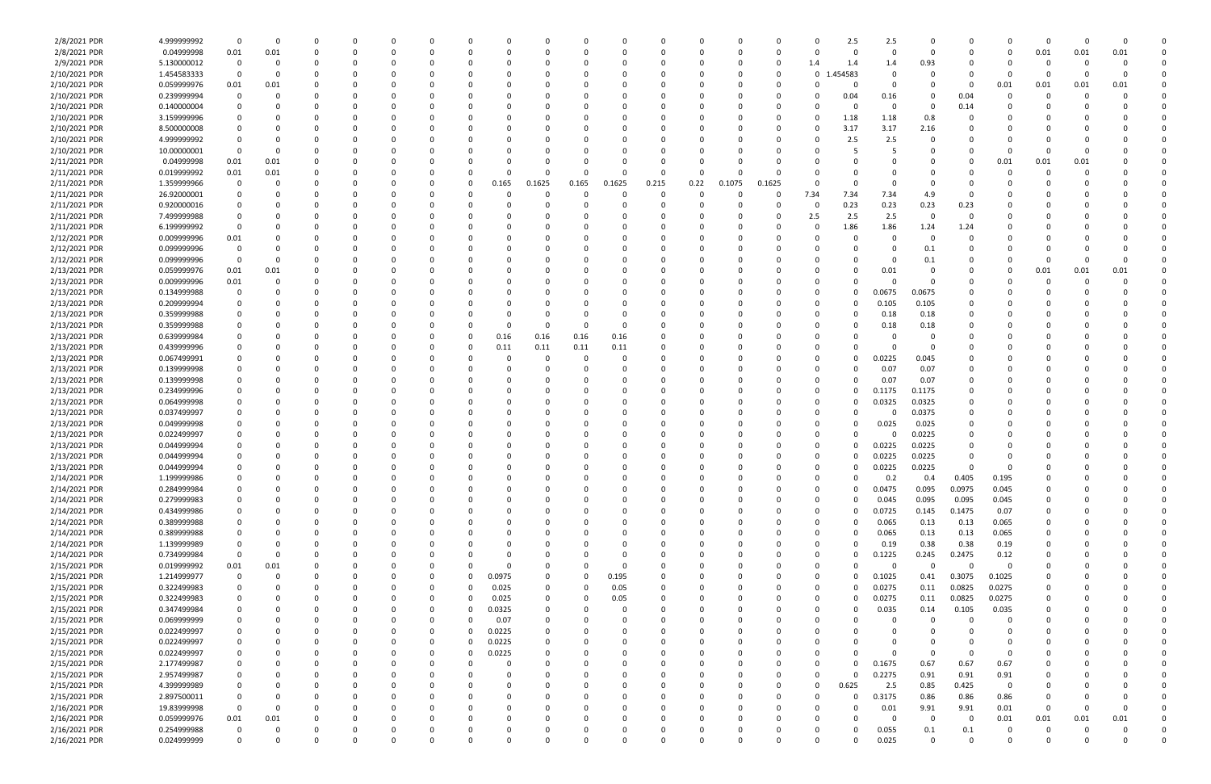| | | | | | | | | | | | | | | | | | | | | | | | | | | |
|---|---|---|---|---|---|---|---|---|---|---|---|---|---|---|---|---|---|---|---|---|---|---|---|---|---|---|
| 2/8/2021 PDR | 4.999999992 | 0 | 0 | 0 | 0 | 0 | 0 | 0 | 0 | 0 | 0 | 0 | 0 | 0 | 0 | 0 | 0 | 2.5 | 2.5 | 0 | 0 | 0 | 0 | 0 | 0 | 0 |
| 2/8/2021 PDR | 0.04999998 | 0.01 | 0.01 | 0 | 0 | 0 | 0 | 0 | 0 | 0 | 0 | 0 | 0 | 0 | 0 | 0 | 0 | 0 | 0 | 0 | 0 | 0 | 0.01 | 0.01 | 0.01 | 0 |
| 2/9/2021 PDR | 5.130000012 | 0 | 0 | 0 | 0 | 0 | 0 | 0 | 0 | 0 | 0 | 0 | 0 | 0 | 0 | 0 | 1.4 | 1.4 | 1.4 | 0.93 | 0 | 0 | 0 | 0 | 0 | 0 |
| 2/10/2021 PDR | 1.454583333 | 0 | 0 | 0 | 0 | 0 | 0 | 0 | 0 | 0 | 0 | 0 | 0 | 0 | 0 | 0 | 0 | 1.454583 | 0 | 0 | 0 | 0 | 0 | 0 | 0 | 0 |
| 2/10/2021 PDR | 0.059999976 | 0.01 | 0.01 | 0 | 0 | 0 | 0 | 0 | 0 | 0 | 0 | 0 | 0 | 0 | 0 | 0 | 0 | 0 | 0 | 0 | 0 | 0.01 | 0.01 | 0.01 | 0.01 | 0 |
| 2/10/2021 PDR | 0.239999994 | 0 | 0 | 0 | 0 | 0 | 0 | 0 | 0 | 0 | 0 | 0 | 0 | 0 | 0 | 0 | 0 | 0.04 | 0.16 | 0 | 0.04 | 0 | 0 | 0 | 0 | 0 |
| 2/10/2021 PDR | 0.140000004 | 0 | 0 | 0 | 0 | 0 | 0 | 0 | 0 | 0 | 0 | 0 | 0 | 0 | 0 | 0 | 0 | 0 | 0 | 0 | 0.14 | 0 | 0 | 0 | 0 | 0 |
| 2/10/2021 PDR | 3.159999996 | 0 | 0 | 0 | 0 | 0 | 0 | 0 | 0 | 0 | 0 | 0 | 0 | 0 | 0 | 0 | 0 | 1.18 | 1.18 | 0.8 | 0 | 0 | 0 | 0 | 0 | 0 |
| 2/10/2021 PDR | 8.500000008 | 0 | 0 | 0 | 0 | 0 | 0 | 0 | 0 | 0 | 0 | 0 | 0 | 0 | 0 | 0 | 0 | 3.17 | 3.17 | 2.16 | 0 | 0 | 0 | 0 | 0 | 0 |
| 2/10/2021 PDR | 4.999999992 | 0 | 0 | 0 | 0 | 0 | 0 | 0 | 0 | 0 | 0 | 0 | 0 | 0 | 0 | 0 | 0 | 2.5 | 2.5 | 0 | 0 | 0 | 0 | 0 | 0 | 0 |
| 2/10/2021 PDR | 10.00000001 | 0 | 0 | 0 | 0 | 0 | 0 | 0 | 0 | 0 | 0 | 0 | 0 | 0 | 0 | 0 | 0 | 5 | 5 | 0 | 0 | 0 | 0 | 0 | 0 | 0 |
| 2/11/2021 PDR | 0.04999998 | 0.01 | 0.01 | 0 | 0 | 0 | 0 | 0 | 0 | 0 | 0 | 0 | 0 | 0 | 0 | 0 | 0 | 0 | 0 | 0 | 0 | 0.01 | 0.01 | 0.01 | 0 | 0 |
| 2/11/2021 PDR | 0.019999992 | 0.01 | 0.01 | 0 | 0 | 0 | 0 | 0 | 0 | 0 | 0 | 0 | 0 | 0 | 0 | 0 | 0 | 0 | 0 | 0 | 0 | 0 | 0 | 0 | 0 | 0 |
| 2/11/2021 PDR | 1.359999966 | 0 | 0 | 0 | 0 | 0 | 0 | 0 | 0.165 | 0.1625 | 0.165 | 0.1625 | 0.215 | 0.22 | 0.1075 | 0.1625 | 0 | 0 | 0 | 0 | 0 | 0 | 0 | 0 | 0 | 0 |
| 2/11/2021 PDR | 26.92000001 | 0 | 0 | 0 | 0 | 0 | 0 | 0 | 0 | 0 | 0 | 0 | 0 | 0 | 0 | 0 | 7.34 | 7.34 | 7.34 | 4.9 | 0 | 0 | 0 | 0 | 0 | 0 |
| 2/11/2021 PDR | 0.920000016 | 0 | 0 | 0 | 0 | 0 | 0 | 0 | 0 | 0 | 0 | 0 | 0 | 0 | 0 | 0 | 0 | 0.23 | 0.23 | 0.23 | 0.23 | 0 | 0 | 0 | 0 | 0 |
| 2/11/2021 PDR | 7.499999988 | 0 | 0 | 0 | 0 | 0 | 0 | 0 | 0 | 0 | 0 | 0 | 0 | 0 | 0 | 0 | 2.5 | 2.5 | 2.5 | 0 | 0 | 0 | 0 | 0 | 0 | 0 |
| 2/11/2021 PDR | 6.199999992 | 0 | 0 | 0 | 0 | 0 | 0 | 0 | 0 | 0 | 0 | 0 | 0 | 0 | 0 | 0 | 0 | 1.86 | 1.86 | 1.24 | 1.24 | 0 | 0 | 0 | 0 | 0 |
| 2/12/2021 PDR | 0.009999996 | 0.01 | 0 | 0 | 0 | 0 | 0 | 0 | 0 | 0 | 0 | 0 | 0 | 0 | 0 | 0 | 0 | 0 | 0 | 0 | 0 | 0 | 0 | 0 | 0 | 0 |
| 2/12/2021 PDR | 0.099999996 | 0 | 0 | 0 | 0 | 0 | 0 | 0 | 0 | 0 | 0 | 0 | 0 | 0 | 0 | 0 | 0 | 0 | 0 | 0.1 | 0 | 0 | 0 | 0 | 0 | 0 |
| 2/12/2021 PDR | 0.099999996 | 0 | 0 | 0 | 0 | 0 | 0 | 0 | 0 | 0 | 0 | 0 | 0 | 0 | 0 | 0 | 0 | 0 | 0 | 0.1 | 0 | 0 | 0 | 0 | 0 | 0 |
| 2/13/2021 PDR | 0.059999976 | 0.01 | 0.01 | 0 | 0 | 0 | 0 | 0 | 0 | 0 | 0 | 0 | 0 | 0 | 0 | 0 | 0 | 0 | 0.01 | 0 | 0 | 0 | 0.01 | 0.01 | 0.01 | 0 |
| 2/13/2021 PDR | 0.009999996 | 0.01 | 0 | 0 | 0 | 0 | 0 | 0 | 0 | 0 | 0 | 0 | 0 | 0 | 0 | 0 | 0 | 0 | 0 | 0 | 0 | 0 | 0 | 0 | 0 | 0 |
| 2/13/2021 PDR | 0.134999988 | 0 | 0 | 0 | 0 | 0 | 0 | 0 | 0 | 0 | 0 | 0 | 0 | 0 | 0 | 0 | 0 | 0 | 0.0675 | 0.0675 | 0 | 0 | 0 | 0 | 0 | 0 |
| 2/13/2021 PDR | 0.209999994 | 0 | 0 | 0 | 0 | 0 | 0 | 0 | 0 | 0 | 0 | 0 | 0 | 0 | 0 | 0 | 0 | 0 | 0.105 | 0.105 | 0 | 0 | 0 | 0 | 0 | 0 |
| 2/13/2021 PDR | 0.359999988 | 0 | 0 | 0 | 0 | 0 | 0 | 0 | 0 | 0 | 0 | 0 | 0 | 0 | 0 | 0 | 0 | 0 | 0.18 | 0.18 | 0 | 0 | 0 | 0 | 0 | 0 |
| 2/13/2021 PDR | 0.359999988 | 0 | 0 | 0 | 0 | 0 | 0 | 0 | 0 | 0 | 0 | 0 | 0 | 0 | 0 | 0 | 0 | 0 | 0.18 | 0.18 | 0 | 0 | 0 | 0 | 0 | 0 |
| 2/13/2021 PDR | 0.639999984 | 0 | 0 | 0 | 0 | 0 | 0 | 0 | 0.16 | 0.16 | 0.16 | 0.16 | 0 | 0 | 0 | 0 | 0 | 0 | 0 | 0 | 0 | 0 | 0 | 0 | 0 | 0 |
| 2/13/2021 PDR | 0.439999996 | 0 | 0 | 0 | 0 | 0 | 0 | 0 | 0.11 | 0.11 | 0.11 | 0.11 | 0 | 0 | 0 | 0 | 0 | 0 | 0 | 0 | 0 | 0 | 0 | 0 | 0 | 0 |
| 2/13/2021 PDR | 0.067499991 | 0 | 0 | 0 | 0 | 0 | 0 | 0 | 0 | 0 | 0 | 0 | 0 | 0 | 0 | 0 | 0 | 0 | 0.0225 | 0.045 | 0 | 0 | 0 | 0 | 0 | 0 |
| 2/13/2021 PDR | 0.139999998 | 0 | 0 | 0 | 0 | 0 | 0 | 0 | 0 | 0 | 0 | 0 | 0 | 0 | 0 | 0 | 0 | 0 | 0.07 | 0.07 | 0 | 0 | 0 | 0 | 0 | 0 |
| 2/13/2021 PDR | 0.139999998 | 0 | 0 | 0 | 0 | 0 | 0 | 0 | 0 | 0 | 0 | 0 | 0 | 0 | 0 | 0 | 0 | 0 | 0.07 | 0.07 | 0 | 0 | 0 | 0 | 0 | 0 |
| 2/13/2021 PDR | 0.234999996 | 0 | 0 | 0 | 0 | 0 | 0 | 0 | 0 | 0 | 0 | 0 | 0 | 0 | 0 | 0 | 0 | 0 | 0.1175 | 0.1175 | 0 | 0 | 0 | 0 | 0 | 0 |
| 2/13/2021 PDR | 0.064999998 | 0 | 0 | 0 | 0 | 0 | 0 | 0 | 0 | 0 | 0 | 0 | 0 | 0 | 0 | 0 | 0 | 0 | 0.0325 | 0.0325 | 0 | 0 | 0 | 0 | 0 | 0 |
| 2/13/2021 PDR | 0.037499997 | 0 | 0 | 0 | 0 | 0 | 0 | 0 | 0 | 0 | 0 | 0 | 0 | 0 | 0 | 0 | 0 | 0 | 0 | 0.0375 | 0 | 0 | 0 | 0 | 0 | 0 |
| 2/13/2021 PDR | 0.049999998 | 0 | 0 | 0 | 0 | 0 | 0 | 0 | 0 | 0 | 0 | 0 | 0 | 0 | 0 | 0 | 0 | 0 | 0.025 | 0.025 | 0 | 0 | 0 | 0 | 0 | 0 |
| 2/13/2021 PDR | 0.022499997 | 0 | 0 | 0 | 0 | 0 | 0 | 0 | 0 | 0 | 0 | 0 | 0 | 0 | 0 | 0 | 0 | 0 | 0 | 0.0225 | 0 | 0 | 0 | 0 | 0 | 0 |
| 2/13/2021 PDR | 0.044999994 | 0 | 0 | 0 | 0 | 0 | 0 | 0 | 0 | 0 | 0 | 0 | 0 | 0 | 0 | 0 | 0 | 0 | 0.0225 | 0.0225 | 0 | 0 | 0 | 0 | 0 | 0 |
| 2/13/2021 PDR | 0.044999994 | 0 | 0 | 0 | 0 | 0 | 0 | 0 | 0 | 0 | 0 | 0 | 0 | 0 | 0 | 0 | 0 | 0 | 0.0225 | 0.0225 | 0 | 0 | 0 | 0 | 0 | 0 |
| 2/13/2021 PDR | 0.044999994 | 0 | 0 | 0 | 0 | 0 | 0 | 0 | 0 | 0 | 0 | 0 | 0 | 0 | 0 | 0 | 0 | 0 | 0.0225 | 0.0225 | 0 | 0 | 0 | 0 | 0 | 0 |
| 2/14/2021 PDR | 1.199999986 | 0 | 0 | 0 | 0 | 0 | 0 | 0 | 0 | 0 | 0 | 0 | 0 | 0 | 0 | 0 | 0 | 0 | 0.2 | 0.4 | 0.405 | 0.195 | 0 | 0 | 0 | 0 |
| 2/14/2021 PDR | 0.284999984 | 0 | 0 | 0 | 0 | 0 | 0 | 0 | 0 | 0 | 0 | 0 | 0 | 0 | 0 | 0 | 0 | 0 | 0.0475 | 0.095 | 0.0975 | 0.045 | 0 | 0 | 0 | 0 |
| 2/14/2021 PDR | 0.279999983 | 0 | 0 | 0 | 0 | 0 | 0 | 0 | 0 | 0 | 0 | 0 | 0 | 0 | 0 | 0 | 0 | 0 | 0.045 | 0.095 | 0.095 | 0.045 | 0 | 0 | 0 | 0 |
| 2/14/2021 PDR | 0.434999986 | 0 | 0 | 0 | 0 | 0 | 0 | 0 | 0 | 0 | 0 | 0 | 0 | 0 | 0 | 0 | 0 | 0 | 0.0725 | 0.145 | 0.1475 | 0.07 | 0 | 0 | 0 | 0 |
| 2/14/2021 PDR | 0.389999988 | 0 | 0 | 0 | 0 | 0 | 0 | 0 | 0 | 0 | 0 | 0 | 0 | 0 | 0 | 0 | 0 | 0 | 0.065 | 0.13 | 0.13 | 0.065 | 0 | 0 | 0 | 0 |
| 2/14/2021 PDR | 0.389999988 | 0 | 0 | 0 | 0 | 0 | 0 | 0 | 0 | 0 | 0 | 0 | 0 | 0 | 0 | 0 | 0 | 0 | 0.065 | 0.13 | 0.13 | 0.065 | 0 | 0 | 0 | 0 |
| 2/14/2021 PDR | 1.139999989 | 0 | 0 | 0 | 0 | 0 | 0 | 0 | 0 | 0 | 0 | 0 | 0 | 0 | 0 | 0 | 0 | 0 | 0.19 | 0.38 | 0.38 | 0.19 | 0 | 0 | 0 | 0 |
| 2/14/2021 PDR | 0.734999984 | 0 | 0 | 0 | 0 | 0 | 0 | 0 | 0 | 0 | 0 | 0 | 0 | 0 | 0 | 0 | 0 | 0 | 0.1225 | 0.245 | 0.2475 | 0.12 | 0 | 0 | 0 | 0 |
| 2/15/2021 PDR | 0.019999992 | 0.01 | 0.01 | 0 | 0 | 0 | 0 | 0 | 0 | 0 | 0 | 0 | 0 | 0 | 0 | 0 | 0 | 0 | 0 | 0 | 0 | 0 | 0 | 0 | 0 | 0 |
| 2/15/2021 PDR | 1.214999977 | 0 | 0 | 0 | 0 | 0 | 0 | 0 | 0.0975 | 0 | 0 | 0.195 | 0 | 0 | 0 | 0 | 0 | 0 | 0.1025 | 0.41 | 0.3075 | 0.1025 | 0 | 0 | 0 | 0 |
| 2/15/2021 PDR | 0.322499983 | 0 | 0 | 0 | 0 | 0 | 0 | 0 | 0.025 | 0 | 0 | 0.05 | 0 | 0 | 0 | 0 | 0 | 0 | 0.0275 | 0.11 | 0.0825 | 0.0275 | 0 | 0 | 0 | 0 |
| 2/15/2021 PDR | 0.322499983 | 0 | 0 | 0 | 0 | 0 | 0 | 0 | 0.025 | 0 | 0 | 0.05 | 0 | 0 | 0 | 0 | 0 | 0 | 0.0275 | 0.11 | 0.0825 | 0.0275 | 0 | 0 | 0 | 0 |
| 2/15/2021 PDR | 0.347499984 | 0 | 0 | 0 | 0 | 0 | 0 | 0 | 0.0325 | 0 | 0 | 0 | 0 | 0 | 0 | 0 | 0 | 0 | 0.035 | 0.14 | 0.105 | 0.035 | 0 | 0 | 0 | 0 |
| 2/15/2021 PDR | 0.069999999 | 0 | 0 | 0 | 0 | 0 | 0 | 0 | 0.07 | 0 | 0 | 0 | 0 | 0 | 0 | 0 | 0 | 0 | 0 | 0 | 0 | 0 | 0 | 0 | 0 | 0 |
| 2/15/2021 PDR | 0.022499997 | 0 | 0 | 0 | 0 | 0 | 0 | 0 | 0.0225 | 0 | 0 | 0 | 0 | 0 | 0 | 0 | 0 | 0 | 0 | 0 | 0 | 0 | 0 | 0 | 0 | 0 |
| 2/15/2021 PDR | 0.022499997 | 0 | 0 | 0 | 0 | 0 | 0 | 0 | 0.0225 | 0 | 0 | 0 | 0 | 0 | 0 | 0 | 0 | 0 | 0 | 0 | 0 | 0 | 0 | 0 | 0 | 0 |
| 2/15/2021 PDR | 0.022499997 | 0 | 0 | 0 | 0 | 0 | 0 | 0 | 0.0225 | 0 | 0 | 0 | 0 | 0 | 0 | 0 | 0 | 0 | 0 | 0 | 0 | 0 | 0 | 0 | 0 | 0 |
| 2/15/2021 PDR | 2.177499987 | 0 | 0 | 0 | 0 | 0 | 0 | 0 | 0 | 0 | 0 | 0 | 0 | 0 | 0 | 0 | 0 | 0 | 0.1675 | 0.67 | 0.67 | 0.67 | 0 | 0 | 0 | 0 |
| 2/15/2021 PDR | 2.957499987 | 0 | 0 | 0 | 0 | 0 | 0 | 0 | 0 | 0 | 0 | 0 | 0 | 0 | 0 | 0 | 0 | 0 | 0.2275 | 0.91 | 0.91 | 0.91 | 0 | 0 | 0 | 0 |
| 2/15/2021 PDR | 4.399999989 | 0 | 0 | 0 | 0 | 0 | 0 | 0 | 0 | 0 | 0 | 0 | 0 | 0 | 0 | 0 | 0 | 0.625 | 2.5 | 0.85 | 0.425 | 0 | 0 | 0 | 0 | 0 |
| 2/15/2021 PDR | 2.897500011 | 0 | 0 | 0 | 0 | 0 | 0 | 0 | 0 | 0 | 0 | 0 | 0 | 0 | 0 | 0 | 0 | 0 | 0.3175 | 0.86 | 0.86 | 0.86 | 0 | 0 | 0 | 0 |
| 2/16/2021 PDR | 19.83999998 | 0 | 0 | 0 | 0 | 0 | 0 | 0 | 0 | 0 | 0 | 0 | 0 | 0 | 0 | 0 | 0 | 0 | 0.01 | 9.91 | 9.91 | 0.01 | 0 | 0 | 0 | 0 |
| 2/16/2021 PDR | 0.059999976 | 0.01 | 0.01 | 0 | 0 | 0 | 0 | 0 | 0 | 0 | 0 | 0 | 0 | 0 | 0 | 0 | 0 | 0 | 0 | 0 | 0 | 0.01 | 0.01 | 0.01 | 0.01 | 0 |
| 2/16/2021 PDR | 0.254999988 | 0 | 0 | 0 | 0 | 0 | 0 | 0 | 0 | 0 | 0 | 0 | 0 | 0 | 0 | 0 | 0 | 0 | 0.055 | 0.1 | 0.1 | 0 | 0 | 0 | 0 | 0 |
| 2/16/2021 PDR | 0.024999999 | 0 | 0 | 0 | 0 | 0 | 0 | 0 | 0 | 0 | 0 | 0 | 0 | 0 | 0 | 0 | 0 | 0 | 0.025 | 0 | 0 | 0 | 0 | 0 | 0 | 0 |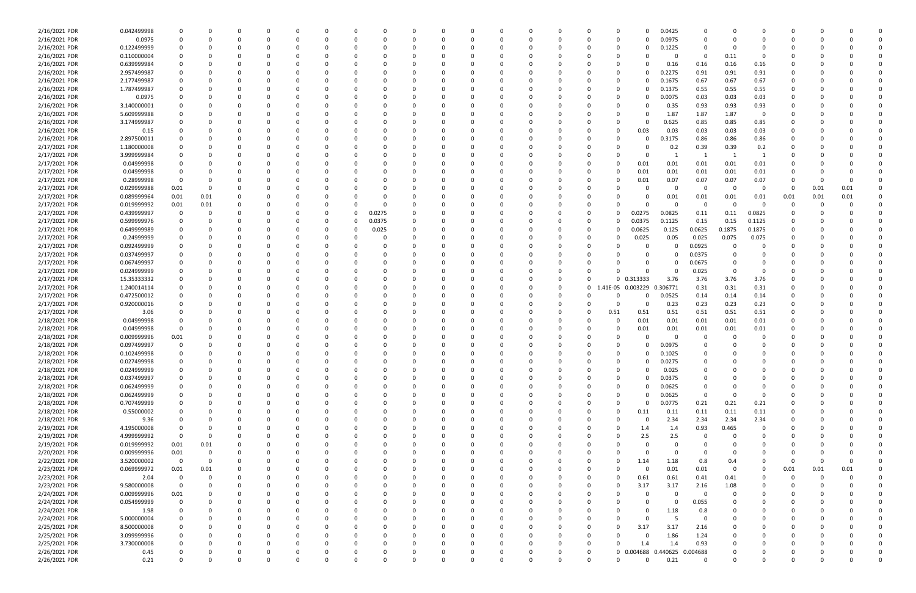| | | | | | | | | | | | | | | | | | | | | | | | | | | | | | |
|---|---|---|---|---|---|---|---|---|---|---|---|---|---|---|---|---|---|---|---|---|---|---|---|---|---|---|---|---|---|
| 2/16/2021 | PDR | 0.042499998 | 0 | 0 | 0 | 0 | 0 | 0 | 0 | 0 | 0 | 0 | 0 | 0 | 0 | 0 | 0 | 0 | 0 | 0 | 0 | 0.0425 | 0 | 0 | 0 | 0 | 0 | 0 | 0 |
| 2/16/2021 | PDR | 0.0975 | 0 | 0 | 0 | 0 | 0 | 0 | 0 | 0 | 0 | 0 | 0 | 0 | 0 | 0 | 0 | 0 | 0 | 0 | 0 | 0.0975 | 0 | 0 | 0 | 0 | 0 | 0 | 0 |
| 2/16/2021 | PDR | 0.122499999 | 0 | 0 | 0 | 0 | 0 | 0 | 0 | 0 | 0 | 0 | 0 | 0 | 0 | 0 | 0 | 0 | 0 | 0 | 0 | 0.1225 | 0 | 0 | 0 | 0 | 0 | 0 | 0 |
| 2/16/2021 | PDR | 0.110000004 | 0 | 0 | 0 | 0 | 0 | 0 | 0 | 0 | 0 | 0 | 0 | 0 | 0 | 0 | 0 | 0 | 0 | 0 | 0 | 0 | 0 | 0.11 | 0 | 0 | 0 | 0 | 0 |
| 2/16/2021 | PDR | 0.639999984 | 0 | 0 | 0 | 0 | 0 | 0 | 0 | 0 | 0 | 0 | 0 | 0 | 0 | 0 | 0 | 0 | 0 | 0 | 0 | 0.16 | 0.16 | 0.16 | 0.16 | 0 | 0 | 0 | 0 |
| 2/16/2021 | PDR | 2.957499987 | 0 | 0 | 0 | 0 | 0 | 0 | 0 | 0 | 0 | 0 | 0 | 0 | 0 | 0 | 0 | 0 | 0 | 0 | 0 | 0.2275 | 0.91 | 0.91 | 0.91 | 0 | 0 | 0 | 0 |
| 2/16/2021 | PDR | 2.177499987 | 0 | 0 | 0 | 0 | 0 | 0 | 0 | 0 | 0 | 0 | 0 | 0 | 0 | 0 | 0 | 0 | 0 | 0 | 0 | 0.1675 | 0.67 | 0.67 | 0.67 | 0 | 0 | 0 | 0 |
| 2/16/2021 | PDR | 1.787499987 | 0 | 0 | 0 | 0 | 0 | 0 | 0 | 0 | 0 | 0 | 0 | 0 | 0 | 0 | 0 | 0 | 0 | 0 | 0 | 0.1375 | 0.55 | 0.55 | 0.55 | 0 | 0 | 0 | 0 |
| 2/16/2021 | PDR | 0.0975 | 0 | 0 | 0 | 0 | 0 | 0 | 0 | 0 | 0 | 0 | 0 | 0 | 0 | 0 | 0 | 0 | 0 | 0 | 0 | 0.0075 | 0.03 | 0.03 | 0.03 | 0 | 0 | 0 | 0 |
| 2/16/2021 | PDR | 3.140000001 | 0 | 0 | 0 | 0 | 0 | 0 | 0 | 0 | 0 | 0 | 0 | 0 | 0 | 0 | 0 | 0 | 0 | 0 | 0 | 0.35 | 0.93 | 0.93 | 0.93 | 0 | 0 | 0 | 0 |
| 2/16/2021 | PDR | 5.609999988 | 0 | 0 | 0 | 0 | 0 | 0 | 0 | 0 | 0 | 0 | 0 | 0 | 0 | 0 | 0 | 0 | 0 | 0 | 0 | 1.87 | 1.87 | 1.87 | 0 | 0 | 0 | 0 | 0 |
| 2/16/2021 | PDR | 3.174999987 | 0 | 0 | 0 | 0 | 0 | 0 | 0 | 0 | 0 | 0 | 0 | 0 | 0 | 0 | 0 | 0 | 0 | 0 | 0 | 0.625 | 0.85 | 0.85 | 0.85 | 0 | 0 | 0 | 0 |
| 2/16/2021 | PDR | 0.15 | 0 | 0 | 0 | 0 | 0 | 0 | 0 | 0 | 0 | 0 | 0 | 0 | 0 | 0 | 0 | 0 | 0 | 0 | 0.03 | 0.03 | 0.03 | 0.03 | 0.03 | 0 | 0 | 0 | 0 |
| 2/16/2021 | PDR | 2.897500011 | 0 | 0 | 0 | 0 | 0 | 0 | 0 | 0 | 0 | 0 | 0 | 0 | 0 | 0 | 0 | 0 | 0 | 0 | 0 | 0.3175 | 0.86 | 0.86 | 0.86 | 0 | 0 | 0 | 0 |
| 2/17/2021 | PDR | 1.180000008 | 0 | 0 | 0 | 0 | 0 | 0 | 0 | 0 | 0 | 0 | 0 | 0 | 0 | 0 | 0 | 0 | 0 | 0 | 0 | 0.2 | 0.39 | 0.39 | 0.2 | 0 | 0 | 0 | 0 |
| 2/17/2021 | PDR | 3.999999984 | 0 | 0 | 0 | 0 | 0 | 0 | 0 | 0 | 0 | 0 | 0 | 0 | 0 | 0 | 0 | 0 | 0 | 0 | 0 | 1 | 1 | 1 | 1 | 0 | 0 | 0 | 0 |
| 2/17/2021 | PDR | 0.04999998 | 0 | 0 | 0 | 0 | 0 | 0 | 0 | 0 | 0 | 0 | 0 | 0 | 0 | 0 | 0 | 0 | 0 | 0 | 0.01 | 0.01 | 0.01 | 0.01 | 0.01 | 0 | 0 | 0 | 0 |
| 2/17/2021 | PDR | 0.04999998 | 0 | 0 | 0 | 0 | 0 | 0 | 0 | 0 | 0 | 0 | 0 | 0 | 0 | 0 | 0 | 0 | 0 | 0 | 0.01 | 0.01 | 0.01 | 0.01 | 0.01 | 0 | 0 | 0 | 0 |
| 2/17/2021 | PDR | 0.28999998 | 0 | 0 | 0 | 0 | 0 | 0 | 0 | 0 | 0 | 0 | 0 | 0 | 0 | 0 | 0 | 0 | 0 | 0 | 0.01 | 0.07 | 0.07 | 0.07 | 0.07 | 0 | 0 | 0 | 0 |
| 2/17/2021 | PDR | 0.029999988 | 0.01 | 0 | 0 | 0 | 0 | 0 | 0 | 0 | 0 | 0 | 0 | 0 | 0 | 0 | 0 | 0 | 0 | 0 | 0 | 0 | 0 | 0 | 0 | 0 | 0.01 | 0.01 | 0 |
| 2/17/2021 | PDR | 0.089999964 | 0.01 | 0.01 | 0 | 0 | 0 | 0 | 0 | 0 | 0 | 0 | 0 | 0 | 0 | 0 | 0 | 0 | 0 | 0 | 0 | 0.01 | 0.01 | 0.01 | 0.01 | 0.01 | 0.01 | 0.01 | 0 |
| 2/17/2021 | PDR | 0.019999992 | 0.01 | 0.01 | 0 | 0 | 0 | 0 | 0 | 0 | 0 | 0 | 0 | 0 | 0 | 0 | 0 | 0 | 0 | 0 | 0 | 0 | 0 | 0 | 0 | 0 | 0 | 0 | 0 |
| 2/17/2021 | PDR | 0.439999997 | 0 | 0 | 0 | 0 | 0 | 0 | 0 | 0 | 0 | 0.0275 | 0 | 0 | 0 | 0 | 0 | 0 | 0 | 0 | 0.0275 | 0.0825 | 0.11 | 0.11 | 0.0825 | 0 | 0 | 0 | 0 |
| 2/17/2021 | PDR | 0.599999976 | 0 | 0 | 0 | 0 | 0 | 0 | 0 | 0 | 0 | 0.0375 | 0 | 0 | 0 | 0 | 0 | 0 | 0 | 0 | 0.0375 | 0.1125 | 0.15 | 0.15 | 0.1125 | 0 | 0 | 0 | 0 |
| 2/17/2021 | PDR | 0.649999989 | 0 | 0 | 0 | 0 | 0 | 0 | 0 | 0 | 0 | 0.025 | 0 | 0 | 0 | 0 | 0 | 0 | 0 | 0 | 0.0625 | 0.125 | 0.0625 | 0.1875 | 0.1875 | 0 | 0 | 0 | 0 |
| 2/17/2021 | PDR | 0.24999999 | 0 | 0 | 0 | 0 | 0 | 0 | 0 | 0 | 0 | 0 | 0 | 0 | 0 | 0 | 0 | 0 | 0 | 0 | 0.025 | 0.05 | 0.025 | 0.075 | 0.075 | 0 | 0 | 0 | 0 |
| 2/17/2021 | PDR | 0.092499999 | 0 | 0 | 0 | 0 | 0 | 0 | 0 | 0 | 0 | 0 | 0 | 0 | 0 | 0 | 0 | 0 | 0 | 0 | 0 | 0 | 0.0925 | 0 | 0 | 0 | 0 | 0 | 0 |
| 2/17/2021 | PDR | 0.037499997 | 0 | 0 | 0 | 0 | 0 | 0 | 0 | 0 | 0 | 0 | 0 | 0 | 0 | 0 | 0 | 0 | 0 | 0 | 0 | 0 | 0.0375 | 0 | 0 | 0 | 0 | 0 | 0 |
| 2/17/2021 | PDR | 0.067499997 | 0 | 0 | 0 | 0 | 0 | 0 | 0 | 0 | 0 | 0 | 0 | 0 | 0 | 0 | 0 | 0 | 0 | 0 | 0 | 0 | 0.0675 | 0 | 0 | 0 | 0 | 0 | 0 |
| 2/17/2021 | PDR | 0.024999999 | 0 | 0 | 0 | 0 | 0 | 0 | 0 | 0 | 0 | 0 | 0 | 0 | 0 | 0 | 0 | 0 | 0 | 0 | 0 | 0 | 0.025 | 0 | 0 | 0 | 0 | 0 | 0 |
| 2/17/2021 | PDR | 15.35333332 | 0 | 0 | 0 | 0 | 0 | 0 | 0 | 0 | 0 | 0 | 0 | 0 | 0 | 0 | 0 | 0 | 0 | 0 | 0.313333 | 3.76 | 3.76 | 3.76 | 3.76 | 0 | 0 | 0 | 0 |
| 2/17/2021 | PDR | 1.240014114 | 0 | 0 | 0 | 0 | 0 | 0 | 0 | 0 | 0 | 0 | 0 | 0 | 0 | 0 | 0 | 0 | 0 | 1.41E-05 | 0.003229 | 0.306771 | 0.31 | 0.31 | 0.31 | 0 | 0 | 0 | 0 |
| 2/17/2021 | PDR | 0.472500012 | 0 | 0 | 0 | 0 | 0 | 0 | 0 | 0 | 0 | 0 | 0 | 0 | 0 | 0 | 0 | 0 | 0 | 0 | 0 | 0.0525 | 0.14 | 0.14 | 0.14 | 0 | 0 | 0 | 0 |
| 2/17/2021 | PDR | 0.920000016 | 0 | 0 | 0 | 0 | 0 | 0 | 0 | 0 | 0 | 0 | 0 | 0 | 0 | 0 | 0 | 0 | 0 | 0 | 0 | 0.23 | 0.23 | 0.23 | 0.23 | 0 | 0 | 0 | 0 |
| 2/17/2021 | PDR | 3.06 | 0 | 0 | 0 | 0 | 0 | 0 | 0 | 0 | 0 | 0 | 0 | 0 | 0 | 0 | 0 | 0 | 0 | 0.51 | 0.51 | 0.51 | 0.51 | 0.51 | 0.51 | 0 | 0 | 0 | 0 |
| 2/18/2021 | PDR | 0.04999998 | 0 | 0 | 0 | 0 | 0 | 0 | 0 | 0 | 0 | 0 | 0 | 0 | 0 | 0 | 0 | 0 | 0 | 0 | 0.01 | 0.01 | 0.01 | 0.01 | 0.01 | 0 | 0 | 0 | 0 |
| 2/18/2021 | PDR | 0.04999998 | 0 | 0 | 0 | 0 | 0 | 0 | 0 | 0 | 0 | 0 | 0 | 0 | 0 | 0 | 0 | 0 | 0 | 0 | 0.01 | 0.01 | 0.01 | 0.01 | 0.01 | 0 | 0 | 0 | 0 |
| 2/18/2021 | PDR | 0.009999996 | 0.01 | 0 | 0 | 0 | 0 | 0 | 0 | 0 | 0 | 0 | 0 | 0 | 0 | 0 | 0 | 0 | 0 | 0 | 0 | 0 | 0 | 0 | 0 | 0 | 0 | 0 | 0 |
| 2/18/2021 | PDR | 0.097499997 | 0 | 0 | 0 | 0 | 0 | 0 | 0 | 0 | 0 | 0 | 0 | 0 | 0 | 0 | 0 | 0 | 0 | 0 | 0 | 0.0975 | 0 | 0 | 0 | 0 | 0 | 0 | 0 |
| 2/18/2021 | PDR | 0.102499998 | 0 | 0 | 0 | 0 | 0 | 0 | 0 | 0 | 0 | 0 | 0 | 0 | 0 | 0 | 0 | 0 | 0 | 0 | 0 | 0.1025 | 0 | 0 | 0 | 0 | 0 | 0 | 0 |
| 2/18/2021 | PDR | 0.027499998 | 0 | 0 | 0 | 0 | 0 | 0 | 0 | 0 | 0 | 0 | 0 | 0 | 0 | 0 | 0 | 0 | 0 | 0 | 0 | 0.0275 | 0 | 0 | 0 | 0 | 0 | 0 | 0 |
| 2/18/2021 | PDR | 0.024999999 | 0 | 0 | 0 | 0 | 0 | 0 | 0 | 0 | 0 | 0 | 0 | 0 | 0 | 0 | 0 | 0 | 0 | 0 | 0 | 0.025 | 0 | 0 | 0 | 0 | 0 | 0 | 0 |
| 2/18/2021 | PDR | 0.037499997 | 0 | 0 | 0 | 0 | 0 | 0 | 0 | 0 | 0 | 0 | 0 | 0 | 0 | 0 | 0 | 0 | 0 | 0 | 0 | 0.0375 | 0 | 0 | 0 | 0 | 0 | 0 | 0 |
| 2/18/2021 | PDR | 0.062499999 | 0 | 0 | 0 | 0 | 0 | 0 | 0 | 0 | 0 | 0 | 0 | 0 | 0 | 0 | 0 | 0 | 0 | 0 | 0 | 0.0625 | 0 | 0 | 0 | 0 | 0 | 0 | 0 |
| 2/18/2021 | PDR | 0.062499999 | 0 | 0 | 0 | 0 | 0 | 0 | 0 | 0 | 0 | 0 | 0 | 0 | 0 | 0 | 0 | 0 | 0 | 0 | 0 | 0.0625 | 0 | 0 | 0 | 0 | 0 | 0 | 0 |
| 2/18/2021 | PDR | 0.707499999 | 0 | 0 | 0 | 0 | 0 | 0 | 0 | 0 | 0 | 0 | 0 | 0 | 0 | 0 | 0 | 0 | 0 | 0 | 0 | 0.0775 | 0.21 | 0.21 | 0.21 | 0 | 0 | 0 | 0 |
| 2/18/2021 | PDR | 0.55000002 | 0 | 0 | 0 | 0 | 0 | 0 | 0 | 0 | 0 | 0 | 0 | 0 | 0 | 0 | 0 | 0 | 0 | 0 | 0.11 | 0.11 | 0.11 | 0.11 | 0.11 | 0 | 0 | 0 | 0 |
| 2/18/2021 | PDR | 9.36 | 0 | 0 | 0 | 0 | 0 | 0 | 0 | 0 | 0 | 0 | 0 | 0 | 0 | 0 | 0 | 0 | 0 | 0 | 0 | 2.34 | 2.34 | 2.34 | 2.34 | 0 | 0 | 0 | 0 |
| 2/19/2021 | PDR | 4.195000008 | 0 | 0 | 0 | 0 | 0 | 0 | 0 | 0 | 0 | 0 | 0 | 0 | 0 | 0 | 0 | 0 | 0 | 0 | 1.4 | 1.4 | 0.93 | 0.465 | 0 | 0 | 0 | 0 | 0 |
| 2/19/2021 | PDR | 4.999999992 | 0 | 0 | 0 | 0 | 0 | 0 | 0 | 0 | 0 | 0 | 0 | 0 | 0 | 0 | 0 | 0 | 0 | 0 | 2.5 | 2.5 | 0 | 0 | 0 | 0 | 0 | 0 | 0 |
| 2/19/2021 | PDR | 0.019999992 | 0.01 | 0.01 | 0 | 0 | 0 | 0 | 0 | 0 | 0 | 0 | 0 | 0 | 0 | 0 | 0 | 0 | 0 | 0 | 0 | 0 | 0 | 0 | 0 | 0 | 0 | 0 | 0 |
| 2/20/2021 | PDR | 0.00999996 | 0.01 | 0 | 0 | 0 | 0 | 0 | 0 | 0 | 0 | 0 | 0 | 0 | 0 | 0 | 0 | 0 | 0 | 0 | 0 | 0 | 0 | 0 | 0 | 0 | 0 | 0 | 0 |
| 2/22/2021 | PDR | 3.520000002 | 0 | 0 | 0 | 0 | 0 | 0 | 0 | 0 | 0 | 0 | 0 | 0 | 0 | 0 | 0 | 0 | 0 | 0 | 1.14 | 1.18 | 0.8 | 0.4 | 0 | 0 | 0 | 0 | 0 |
| 2/23/2021 | PDR | 0.069999972 | 0.01 | 0.01 | 0 | 0 | 0 | 0 | 0 | 0 | 0 | 0 | 0 | 0 | 0 | 0 | 0 | 0 | 0 | 0 | 0 | 0.01 | 0.01 | 0 | 0 | 0.01 | 0.01 | 0.01 | 0 |
| 2/23/2021 | PDR | 2.04 | 0 | 0 | 0 | 0 | 0 | 0 | 0 | 0 | 0 | 0 | 0 | 0 | 0 | 0 | 0 | 0 | 0 | 0 | 0.61 | 0.61 | 0.41 | 0.41 | 0 | 0 | 0 | 0 | 0 |
| 2/23/2021 | PDR | 9.580000008 | 0 | 0 | 0 | 0 | 0 | 0 | 0 | 0 | 0 | 0 | 0 | 0 | 0 | 0 | 0 | 0 | 0 | 0 | 3.17 | 3.17 | 2.16 | 1.08 | 0 | 0 | 0 | 0 | 0 |
| 2/24/2021 | PDR | 0.009999996 | 0.01 | 0 | 0 | 0 | 0 | 0 | 0 | 0 | 0 | 0 | 0 | 0 | 0 | 0 | 0 | 0 | 0 | 0 | 0 | 0 | 0 | 0 | 0 | 0 | 0 | 0 | 0 |
| 2/24/2021 | PDR | 0.054999999 | 0 | 0 | 0 | 0 | 0 | 0 | 0 | 0 | 0 | 0 | 0 | 0 | 0 | 0 | 0 | 0 | 0 | 0 | 0 | 0 | 0.055 | 0 | 0 | 0 | 0 | 0 | 0 |
| 2/24/2021 | PDR | 1.98 | 0 | 0 | 0 | 0 | 0 | 0 | 0 | 0 | 0 | 0 | 0 | 0 | 0 | 0 | 0 | 0 | 0 | 0 | 0 | 1.18 | 0.8 | 0 | 0 | 0 | 0 | 0 | 0 |
| 2/24/2021 | PDR | 5.000000004 | 0 | 0 | 0 | 0 | 0 | 0 | 0 | 0 | 0 | 0 | 0 | 0 | 0 | 0 | 0 | 0 | 0 | 0 | 0 | 5 | 0 | 0 | 0 | 0 | 0 | 0 | 0 |
| 2/25/2021 | PDR | 8.500000008 | 0 | 0 | 0 | 0 | 0 | 0 | 0 | 0 | 0 | 0 | 0 | 0 | 0 | 0 | 0 | 0 | 0 | 0 | 3.17 | 3.17 | 2.16 | 0 | 0 | 0 | 0 | 0 | 0 |
| 2/25/2021 | PDR | 3.099999996 | 0 | 0 | 0 | 0 | 0 | 0 | 0 | 0 | 0 | 0 | 0 | 0 | 0 | 0 | 0 | 0 | 0 | 0 | 0 | 1.86 | 1.24 | 0 | 0 | 0 | 0 | 0 | 0 |
| 2/25/2021 | PDR | 3.730000008 | 0 | 0 | 0 | 0 | 0 | 0 | 0 | 0 | 0 | 0 | 0 | 0 | 0 | 0 | 0 | 0 | 0 | 0 | 1.4 | 1.4 | 0.93 | 0 | 0 | 0 | 0 | 0 | 0 |
| 2/26/2021 | PDR | 0.45 | 0 | 0 | 0 | 0 | 0 | 0 | 0 | 0 | 0 | 0 | 0 | 0 | 0 | 0 | 0 | 0 | 0 | 0 | 0.004688 | 0.440625 | 0.004688 | 0 | 0 | 0 | 0 | 0 | 0 |
| 2/26/2021 | PDR | 0.21 | 0 | 0 | 0 | 0 | 0 | 0 | 0 | 0 | 0 | 0 | 0 | 0 | 0 | 0 | 0 | 0 | 0 | 0 | 0 | 0.21 | 0 | 0 | 0 | 0 | 0 | 0 | 0 |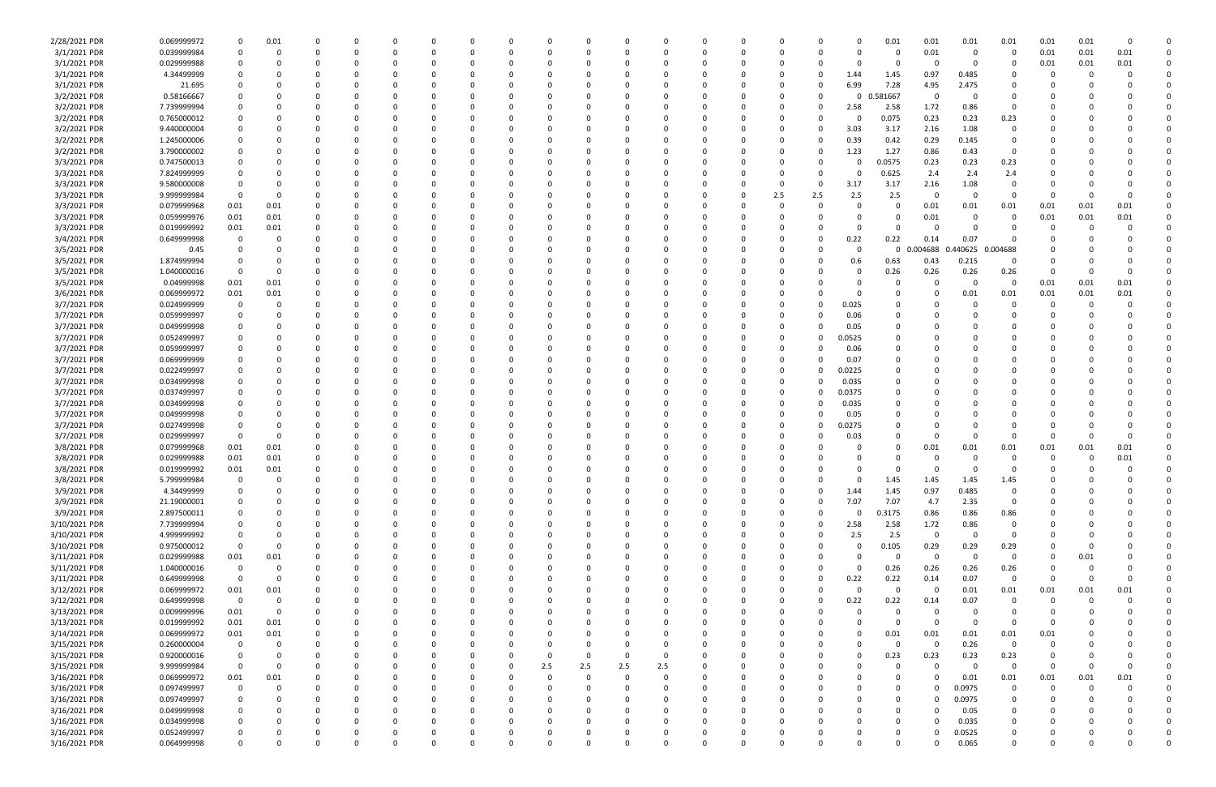| | | | | | | | | | | | | | | | | | | | | | | | | | | |
|---|---|---|---|---|---|---|---|---|---|---|---|---|---|---|---|---|---|---|---|---|---|---|---|---|---|---|
| 2/28/2021 PDR | 0.069999972 | 0 | 0.01 | 0 | 0 | 0 | 0 | 0 | 0 | 0 | 0 | 0 | 0 | 0 | 0 | 0 | 0 | 0 | 0.01 | 0.01 | 0.01 | 0.01 | 0.01 | 0.01 | 0 | 0 |
| 3/1/2021 PDR | 0.039999984 | 0 | 0 | 0 | 0 | 0 | 0 | 0 | 0 | 0 | 0 | 0 | 0 | 0 | 0 | 0 | 0 | 0 | 0 | 0.01 | 0 | 0 | 0.01 | 0.01 | 0.01 | 0 |
| 3/1/2021 PDR | 0.029999988 | 0 | 0 | 0 | 0 | 0 | 0 | 0 | 0 | 0 | 0 | 0 | 0 | 0 | 0 | 0 | 0 | 0 | 0 | 0 | 0 | 0 | 0.01 | 0.01 | 0.01 | 0 |
| 3/1/2021 PDR | 4.34499999 | 0 | 0 | 0 | 0 | 0 | 0 | 0 | 0 | 0 | 0 | 0 | 0 | 0 | 0 | 0 | 0 | 1.44 | 1.45 | 0.97 | 0.485 | 0 | 0 | 0 | 0 | 0 |
| 3/1/2021 PDR | 21.695 | 0 | 0 | 0 | 0 | 0 | 0 | 0 | 0 | 0 | 0 | 0 | 0 | 0 | 0 | 0 | 0 | 6.99 | 7.28 | 4.95 | 2.475 | 0 | 0 | 0 | 0 | 0 |
| 3/2/2021 PDR | 0.58166667 | 0 | 0 | 0 | 0 | 0 | 0 | 0 | 0 | 0 | 0 | 0 | 0 | 0 | 0 | 0 | 0 | 0 | 0.581667 | 0 | 0 | 0 | 0 | 0 | 0 | 0 |
| 3/2/2021 PDR | 7.739999994 | 0 | 0 | 0 | 0 | 0 | 0 | 0 | 0 | 0 | 0 | 0 | 0 | 0 | 0 | 0 | 0 | 2.58 | 2.58 | 1.72 | 0.86 | 0 | 0 | 0 | 0 | 0 |
| 3/2/2021 PDR | 0.765000012 | 0 | 0 | 0 | 0 | 0 | 0 | 0 | 0 | 0 | 0 | 0 | 0 | 0 | 0 | 0 | 0 | 0 | 0.075 | 0.23 | 0.23 | 0.23 | 0 | 0 | 0 | 0 |
| 3/2/2021 PDR | 9.440000004 | 0 | 0 | 0 | 0 | 0 | 0 | 0 | 0 | 0 | 0 | 0 | 0 | 0 | 0 | 0 | 0 | 3.03 | 3.17 | 2.16 | 1.08 | 0 | 0 | 0 | 0 | 0 |
| 3/2/2021 PDR | 1.245000006 | 0 | 0 | 0 | 0 | 0 | 0 | 0 | 0 | 0 | 0 | 0 | 0 | 0 | 0 | 0 | 0 | 0.39 | 0.42 | 0.29 | 0.145 | 0 | 0 | 0 | 0 | 0 |
| 3/2/2021 PDR | 3.790000002 | 0 | 0 | 0 | 0 | 0 | 0 | 0 | 0 | 0 | 0 | 0 | 0 | 0 | 0 | 0 | 0 | 1.23 | 1.27 | 0.86 | 0.43 | 0 | 0 | 0 | 0 | 0 |
| 3/3/2021 PDR | 0.747500013 | 0 | 0 | 0 | 0 | 0 | 0 | 0 | 0 | 0 | 0 | 0 | 0 | 0 | 0 | 0 | 0 | 0 | 0.0575 | 0.23 | 0.23 | 0.23 | 0 | 0 | 0 | 0 |
| 3/3/2021 PDR | 7.824999999 | 0 | 0 | 0 | 0 | 0 | 0 | 0 | 0 | 0 | 0 | 0 | 0 | 0 | 0 | 0 | 0 | 0 | 0.625 | 2.4 | 2.4 | 2.4 | 0 | 0 | 0 | 0 |
| 3/3/2021 PDR | 9.580000008 | 0 | 0 | 0 | 0 | 0 | 0 | 0 | 0 | 0 | 0 | 0 | 0 | 0 | 0 | 0 | 0 | 3.17 | 3.17 | 2.16 | 1.08 | 0 | 0 | 0 | 0 | 0 |
| 3/3/2021 PDR | 9.999999984 | 0 | 0 | 0 | 0 | 0 | 0 | 0 | 0 | 0 | 0 | 0 | 0 | 0 | 0 | 2.5 | 2.5 | 2.5 | 2.5 | 0 | 0 | 0 | 0 | 0 | 0 | 0 |
| 3/3/2021 PDR | 0.079999968 | 0.01 | 0.01 | 0 | 0 | 0 | 0 | 0 | 0 | 0 | 0 | 0 | 0 | 0 | 0 | 0 | 0 | 0 | 0 | 0.01 | 0.01 | 0.01 | 0.01 | 0.01 | 0.01 | 0 |
| 3/3/2021 PDR | 0.059999976 | 0.01 | 0.01 | 0 | 0 | 0 | 0 | 0 | 0 | 0 | 0 | 0 | 0 | 0 | 0 | 0 | 0 | 0 | 0 | 0.01 | 0 | 0 | 0.01 | 0.01 | 0.01 | 0 |
| 3/3/2021 PDR | 0.019999992 | 0.01 | 0.01 | 0 | 0 | 0 | 0 | 0 | 0 | 0 | 0 | 0 | 0 | 0 | 0 | 0 | 0 | 0 | 0 | 0 | 0 | 0 | 0 | 0 | 0 | 0 |
| 3/4/2021 PDR | 0.649999998 | 0 | 0 | 0 | 0 | 0 | 0 | 0 | 0 | 0 | 0 | 0 | 0 | 0 | 0 | 0 | 0 | 0.22 | 0.22 | 0.14 | 0.07 | 0 | 0 | 0 | 0 | 0 |
| 3/5/2021 PDR | 0.45 | 0 | 0 | 0 | 0 | 0 | 0 | 0 | 0 | 0 | 0 | 0 | 0 | 0 | 0 | 0 | 0 | 0 | 0 | 0.004688 | 0.440625 | 0.004688 | 0 | 0 | 0 | 0 |
| 3/5/2021 PDR | 1.874999994 | 0 | 0 | 0 | 0 | 0 | 0 | 0 | 0 | 0 | 0 | 0 | 0 | 0 | 0 | 0 | 0 | 0.6 | 0.63 | 0.43 | 0.215 | 0 | 0 | 0 | 0 | 0 |
| 3/5/2021 PDR | 1.040000016 | 0 | 0 | 0 | 0 | 0 | 0 | 0 | 0 | 0 | 0 | 0 | 0 | 0 | 0 | 0 | 0 | 0 | 0.26 | 0.26 | 0.26 | 0.26 | 0 | 0 | 0 | 0 |
| 3/5/2021 PDR | 0.04999998 | 0.01 | 0.01 | 0 | 0 | 0 | 0 | 0 | 0 | 0 | 0 | 0 | 0 | 0 | 0 | 0 | 0 | 0 | 0 | 0 | 0 | 0 | 0.01 | 0.01 | 0.01 | 0 |
| 3/6/2021 PDR | 0.069999972 | 0.01 | 0.01 | 0 | 0 | 0 | 0 | 0 | 0 | 0 | 0 | 0 | 0 | 0 | 0 | 0 | 0 | 0 | 0 | 0 | 0.01 | 0.01 | 0.01 | 0.01 | 0.01 | 0 |
| 3/7/2021 PDR | 0.024999999 | 0 | 0 | 0 | 0 | 0 | 0 | 0 | 0 | 0 | 0 | 0 | 0 | 0 | 0 | 0 | 0 | 0.025 | 0 | 0 | 0 | 0 | 0 | 0 | 0 | 0 |
| 3/7/2021 PDR | 0.059999997 | 0 | 0 | 0 | 0 | 0 | 0 | 0 | 0 | 0 | 0 | 0 | 0 | 0 | 0 | 0 | 0 | 0.06 | 0 | 0 | 0 | 0 | 0 | 0 | 0 | 0 |
| 3/7/2021 PDR | 0.049999998 | 0 | 0 | 0 | 0 | 0 | 0 | 0 | 0 | 0 | 0 | 0 | 0 | 0 | 0 | 0 | 0 | 0.05 | 0 | 0 | 0 | 0 | 0 | 0 | 0 | 0 |
| 3/7/2021 PDR | 0.052499997 | 0 | 0 | 0 | 0 | 0 | 0 | 0 | 0 | 0 | 0 | 0 | 0 | 0 | 0 | 0 | 0 | 0.0525 | 0 | 0 | 0 | 0 | 0 | 0 | 0 | 0 |
| 3/7/2021 PDR | 0.059999997 | 0 | 0 | 0 | 0 | 0 | 0 | 0 | 0 | 0 | 0 | 0 | 0 | 0 | 0 | 0 | 0 | 0.06 | 0 | 0 | 0 | 0 | 0 | 0 | 0 | 0 |
| 3/7/2021 PDR | 0.069999999 | 0 | 0 | 0 | 0 | 0 | 0 | 0 | 0 | 0 | 0 | 0 | 0 | 0 | 0 | 0 | 0 | 0.07 | 0 | 0 | 0 | 0 | 0 | 0 | 0 | 0 |
| 3/7/2021 PDR | 0.022499997 | 0 | 0 | 0 | 0 | 0 | 0 | 0 | 0 | 0 | 0 | 0 | 0 | 0 | 0 | 0 | 0 | 0.0225 | 0 | 0 | 0 | 0 | 0 | 0 | 0 | 0 |
| 3/7/2021 PDR | 0.034999998 | 0 | 0 | 0 | 0 | 0 | 0 | 0 | 0 | 0 | 0 | 0 | 0 | 0 | 0 | 0 | 0 | 0.035 | 0 | 0 | 0 | 0 | 0 | 0 | 0 | 0 |
| 3/7/2021 PDR | 0.037499997 | 0 | 0 | 0 | 0 | 0 | 0 | 0 | 0 | 0 | 0 | 0 | 0 | 0 | 0 | 0 | 0 | 0.0375 | 0 | 0 | 0 | 0 | 0 | 0 | 0 | 0 |
| 3/7/2021 PDR | 0.034999998 | 0 | 0 | 0 | 0 | 0 | 0 | 0 | 0 | 0 | 0 | 0 | 0 | 0 | 0 | 0 | 0 | 0.035 | 0 | 0 | 0 | 0 | 0 | 0 | 0 | 0 |
| 3/7/2021 PDR | 0.049999998 | 0 | 0 | 0 | 0 | 0 | 0 | 0 | 0 | 0 | 0 | 0 | 0 | 0 | 0 | 0 | 0 | 0.05 | 0 | 0 | 0 | 0 | 0 | 0 | 0 | 0 |
| 3/7/2021 PDR | 0.027499998 | 0 | 0 | 0 | 0 | 0 | 0 | 0 | 0 | 0 | 0 | 0 | 0 | 0 | 0 | 0 | 0 | 0.0275 | 0 | 0 | 0 | 0 | 0 | 0 | 0 | 0 |
| 3/7/2021 PDR | 0.029999997 | 0 | 0 | 0 | 0 | 0 | 0 | 0 | 0 | 0 | 0 | 0 | 0 | 0 | 0 | 0 | 0 | 0.03 | 0 | 0 | 0 | 0 | 0 | 0 | 0 | 0 |
| 3/8/2021 PDR | 0.079999968 | 0.01 | 0.01 | 0 | 0 | 0 | 0 | 0 | 0 | 0 | 0 | 0 | 0 | 0 | 0 | 0 | 0 | 0 | 0 | 0.01 | 0.01 | 0.01 | 0.01 | 0.01 | 0.01 | 0 |
| 3/8/2021 PDR | 0.029999988 | 0.01 | 0.01 | 0 | 0 | 0 | 0 | 0 | 0 | 0 | 0 | 0 | 0 | 0 | 0 | 0 | 0 | 0 | 0 | 0 | 0 | 0 | 0 | 0 | 0.01 | 0 |
| 3/8/2021 PDR | 0.019999992 | 0.01 | 0.01 | 0 | 0 | 0 | 0 | 0 | 0 | 0 | 0 | 0 | 0 | 0 | 0 | 0 | 0 | 0 | 0 | 0 | 0 | 0 | 0 | 0 | 0 | 0 |
| 3/8/2021 PDR | 5.799999984 | 0 | 0 | 0 | 0 | 0 | 0 | 0 | 0 | 0 | 0 | 0 | 0 | 0 | 0 | 0 | 0 | 0 | 1.45 | 1.45 | 1.45 | 1.45 | 0 | 0 | 0 | 0 |
| 3/9/2021 PDR | 4.34499999 | 0 | 0 | 0 | 0 | 0 | 0 | 0 | 0 | 0 | 0 | 0 | 0 | 0 | 0 | 0 | 0 | 1.44 | 1.45 | 0.97 | 0.485 | 0 | 0 | 0 | 0 | 0 |
| 3/9/2021 PDR | 21.19000001 | 0 | 0 | 0 | 0 | 0 | 0 | 0 | 0 | 0 | 0 | 0 | 0 | 0 | 0 | 0 | 0 | 7.07 | 7.07 | 4.7 | 2.35 | 0 | 0 | 0 | 0 | 0 |
| 3/9/2021 PDR | 2.897500011 | 0 | 0 | 0 | 0 | 0 | 0 | 0 | 0 | 0 | 0 | 0 | 0 | 0 | 0 | 0 | 0 | 0 | 0.3175 | 0.86 | 0.86 | 0.86 | 0 | 0 | 0 | 0 |
| 3/10/2021 PDR | 7.739999994 | 0 | 0 | 0 | 0 | 0 | 0 | 0 | 0 | 0 | 0 | 0 | 0 | 0 | 0 | 0 | 0 | 2.58 | 2.58 | 1.72 | 0.86 | 0 | 0 | 0 | 0 | 0 |
| 3/10/2021 PDR | 4.999999992 | 0 | 0 | 0 | 0 | 0 | 0 | 0 | 0 | 0 | 0 | 0 | 0 | 0 | 0 | 0 | 0 | 2.5 | 2.5 | 0 | 0 | 0 | 0 | 0 | 0 | 0 |
| 3/10/2021 PDR | 0.975000012 | 0 | 0 | 0 | 0 | 0 | 0 | 0 | 0 | 0 | 0 | 0 | 0 | 0 | 0 | 0 | 0 | 0 | 0.105 | 0.29 | 0.29 | 0.29 | 0 | 0 | 0 | 0 |
| 3/11/2021 PDR | 0.029999988 | 0.01 | 0.01 | 0 | 0 | 0 | 0 | 0 | 0 | 0 | 0 | 0 | 0 | 0 | 0 | 0 | 0 | 0 | 0 | 0 | 0 | 0 | 0 | 0.01 | 0 | 0 |
| 3/11/2021 PDR | 1.040000016 | 0 | 0 | 0 | 0 | 0 | 0 | 0 | 0 | 0 | 0 | 0 | 0 | 0 | 0 | 0 | 0 | 0 | 0.26 | 0.26 | 0.26 | 0.26 | 0 | 0 | 0 | 0 |
| 3/11/2021 PDR | 0.649999998 | 0 | 0 | 0 | 0 | 0 | 0 | 0 | 0 | 0 | 0 | 0 | 0 | 0 | 0 | 0 | 0 | 0.22 | 0.22 | 0.14 | 0.07 | 0 | 0 | 0 | 0 | 0 |
| 3/12/2021 PDR | 0.069999972 | 0.01 | 0.01 | 0 | 0 | 0 | 0 | 0 | 0 | 0 | 0 | 0 | 0 | 0 | 0 | 0 | 0 | 0 | 0 | 0 | 0.01 | 0.01 | 0.01 | 0.01 | 0.01 | 0 |
| 3/12/2021 PDR | 0.64999998 | 0 | 0 | 0 | 0 | 0 | 0 | 0 | 0 | 0 | 0 | 0 | 0 | 0 | 0 | 0 | 0 | 0.22 | 0.22 | 0.14 | 0.07 | 0 | 0 | 0 | 0 | 0 |
| 3/13/2021 PDR | 0.009999996 | 0.01 | 0 | 0 | 0 | 0 | 0 | 0 | 0 | 0 | 0 | 0 | 0 | 0 | 0 | 0 | 0 | 0 | 0 | 0 | 0 | 0 | 0 | 0 | 0 | 0 |
| 3/13/2021 PDR | 0.019999992 | 0.01 | 0.01 | 0 | 0 | 0 | 0 | 0 | 0 | 0 | 0 | 0 | 0 | 0 | 0 | 0 | 0 | 0 | 0 | 0 | 0 | 0 | 0 | 0 | 0 | 0 |
| 3/14/2021 PDR | 0.069999972 | 0.01 | 0.01 | 0 | 0 | 0 | 0 | 0 | 0 | 0 | 0 | 0 | 0 | 0 | 0 | 0 | 0 | 0 | 0.01 | 0.01 | 0.01 | 0.01 | 0.01 | 0 | 0 | 0 |
| 3/15/2021 PDR | 0.260000004 | 0 | 0 | 0 | 0 | 0 | 0 | 0 | 0 | 0 | 0 | 0 | 0 | 0 | 0 | 0 | 0 | 0 | 0 | 0 | 0.26 | 0 | 0 | 0 | 0 | 0 |
| 3/15/2021 PDR | 0.920000016 | 0 | 0 | 0 | 0 | 0 | 0 | 0 | 0 | 0 | 0 | 0 | 0 | 0 | 0 | 0 | 0 | 0 | 0.23 | 0.23 | 0.23 | 0.23 | 0 | 0 | 0 | 0 |
| 3/15/2021 PDR | 9.999999984 | 0 | 0 | 0 | 0 | 0 | 0 | 0 | 0 | 2.5 | 2.5 | 2.5 | 2.5 | 0 | 0 | 0 | 0 | 0 | 0 | 0 | 0 | 0 | 0 | 0 | 0 | 0 |
| 3/16/2021 PDR | 0.069999972 | 0.01 | 0.01 | 0 | 0 | 0 | 0 | 0 | 0 | 0 | 0 | 0 | 0 | 0 | 0 | 0 | 0 | 0 | 0 | 0 | 0.01 | 0.01 | 0.01 | 0.01 | 0.01 | 0 |
| 3/16/2021 PDR | 0.097499997 | 0 | 0 | 0 | 0 | 0 | 0 | 0 | 0 | 0 | 0 | 0 | 0 | 0 | 0 | 0 | 0 | 0 | 0 | 0 | 0.0975 | 0 | 0 | 0 | 0 | 0 |
| 3/16/2021 PDR | 0.097499997 | 0 | 0 | 0 | 0 | 0 | 0 | 0 | 0 | 0 | 0 | 0 | 0 | 0 | 0 | 0 | 0 | 0 | 0 | 0 | 0.0975 | 0 | 0 | 0 | 0 | 0 |
| 3/16/2021 PDR | 0.049999998 | 0 | 0 | 0 | 0 | 0 | 0 | 0 | 0 | 0 | 0 | 0 | 0 | 0 | 0 | 0 | 0 | 0 | 0 | 0 | 0.05 | 0 | 0 | 0 | 0 | 0 |
| 3/16/2021 PDR | 0.034999998 | 0 | 0 | 0 | 0 | 0 | 0 | 0 | 0 | 0 | 0 | 0 | 0 | 0 | 0 | 0 | 0 | 0 | 0 | 0 | 0.035 | 0 | 0 | 0 | 0 | 0 |
| 3/16/2021 PDR | 0.052499997 | 0 | 0 | 0 | 0 | 0 | 0 | 0 | 0 | 0 | 0 | 0 | 0 | 0 | 0 | 0 | 0 | 0 | 0 | 0 | 0.0525 | 0 | 0 | 0 | 0 | 0 |
| 3/16/2021 PDR | 0.064999998 | 0 | 0 | 0 | 0 | 0 | 0 | 0 | 0 | 0 | 0 | 0 | 0 | 0 | 0 | 0 | 0 | 0 | 0 | 0 | 0.065 | 0 | 0 | 0 | 0 | 0 |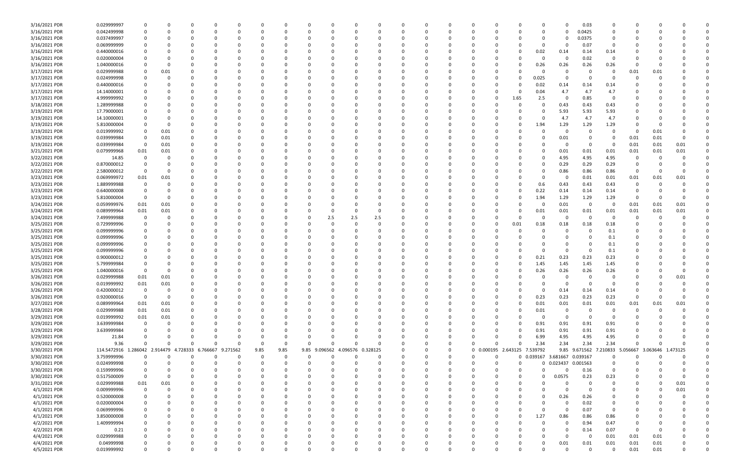| | | | | | | | | | | | | | | | | | | | | | | | | | | |
|---|---|---|---|---|---|---|---|---|---|---|---|---|---|---|---|---|---|---|---|---|---|---|---|---|---|---|
| 3/16/2021 PDR | 0.029999997 | 0 | 0 | 0 | 0 | 0 | 0 | 0 | 0 | 0 | 0 | 0 | 0 | 0 | 0 | 0 | 0 | 0 | 0 | 0 | 0.03 | 0 | 0 | 0 | 0 | 0 |
| 3/16/2021 PDR | 0.042499998 | 0 | 0 | 0 | 0 | 0 | 0 | 0 | 0 | 0 | 0 | 0 | 0 | 0 | 0 | 0 | 0 | 0 | 0 | 0 | 0.0425 | 0 | 0 | 0 | 0 | 0 |
| 3/16/2021 PDR | 0.037499997 | 0 | 0 | 0 | 0 | 0 | 0 | 0 | 0 | 0 | 0 | 0 | 0 | 0 | 0 | 0 | 0 | 0 | 0 | 0 | 0.0375 | 0 | 0 | 0 | 0 | 0 |
| 3/16/2021 PDR | 0.069999999 | 0 | 0 | 0 | 0 | 0 | 0 | 0 | 0 | 0 | 0 | 0 | 0 | 0 | 0 | 0 | 0 | 0 | 0 | 0 | 0.07 | 0 | 0 | 0 | 0 | 0 |
| 3/16/2021 PDR | 0.440000016 | 0 | 0 | 0 | 0 | 0 | 0 | 0 | 0 | 0 | 0 | 0 | 0 | 0 | 0 | 0 | 0 | 0 | 0.02 | 0.14 | 0.14 | 0.14 | 0 | 0 | 0 | 0 |
| 3/16/2021 PDR | 0.020000004 | 0 | 0 | 0 | 0 | 0 | 0 | 0 | 0 | 0 | 0 | 0 | 0 | 0 | 0 | 0 | 0 | 0 | 0 | 0 | 0.02 | 0 | 0 | 0 | 0 | 0 |
| 3/16/2021 PDR | 1.040000016 | 0 | 0 | 0 | 0 | 0 | 0 | 0 | 0 | 0 | 0 | 0 | 0 | 0 | 0 | 0 | 0 | 0 | 0.26 | 0.26 | 0.26 | 0.26 | 0 | 0 | 0 | 0 |
| 3/17/2021 PDR | 0.029999988 | 0 | 0.01 | 0 | 0 | 0 | 0 | 0 | 0 | 0 | 0 | 0 | 0 | 0 | 0 | 0 | 0 | 0 | 0 | 0 | 0 | 0 | 0.01 | 0.01 | 0 | 0 |
| 3/17/2021 PDR | 0.024999998 | 0 | 0 | 0 | 0 | 0 | 0 | 0 | 0 | 0 | 0 | 0 | 0 | 0 | 0 | 0 | 0 | 0 | 0.025 | 0 | 0 | 0 | 0 | 0 | 0 | 0 |
| 3/17/2021 PDR | 0.440000016 | 0 | 0 | 0 | 0 | 0 | 0 | 0 | 0 | 0 | 0 | 0 | 0 | 0 | 0 | 0 | 0 | 0 | 0.02 | 0.14 | 0.14 | 0.14 | 0 | 0 | 0 | 0 |
| 3/17/2021 PDR | 14.14000001 | 0 | 0 | 0 | 0 | 0 | 0 | 0 | 0 | 0 | 0 | 0 | 0 | 0 | 0 | 0 | 0 | 0 | 0.04 | 4.7 | 4.7 | 4.7 | 0 | 0 | 0 | 0 |
| 3/17/2021 PDR | 4.999999992 | 0 | 0 | 0 | 0 | 0 | 0 | 0 | 0 | 0 | 0 | 0 | 0 | 0 | 0 | 0 | 0 | 1.65 | 2.5 | 0 | 0.85 | 0 | 0 | 0 | 0 | 0 |
| 3/18/2021 PDR | 1.289999988 | 0 | 0 | 0 | 0 | 0 | 0 | 0 | 0 | 0 | 0 | 0 | 0 | 0 | 0 | 0 | 0 | 0 | 0 | 0.43 | 0.43 | 0.43 | 0 | 0 | 0 | 0 |
| 3/19/2021 PDR | 17.79000001 | 0 | 0 | 0 | 0 | 0 | 0 | 0 | 0 | 0 | 0 | 0 | 0 | 0 | 0 | 0 | 0 | 0 | 0 | 5.93 | 5.93 | 5.93 | 0 | 0 | 0 | 0 |
| 3/19/2021 PDR | 14.10000001 | 0 | 0 | 0 | 0 | 0 | 0 | 0 | 0 | 0 | 0 | 0 | 0 | 0 | 0 | 0 | 0 | 0 | 0 | 4.7 | 4.7 | 4.7 | 0 | 0 | 0 | 0 |
| 3/19/2021 PDR | 5.810000004 | 0 | 0 | 0 | 0 | 0 | 0 | 0 | 0 | 0 | 0 | 0 | 0 | 0 | 0 | 0 | 0 | 0 | 1.94 | 1.29 | 1.29 | 1.29 | 0 | 0 | 0 | 0 |
| 3/19/2021 PDR | 0.019999992 | 0 | 0.01 | 0 | 0 | 0 | 0 | 0 | 0 | 0 | 0 | 0 | 0 | 0 | 0 | 0 | 0 | 0 | 0 | 0 | 0 | 0 | 0 | 0.01 | 0 | 0 |
| 3/19/2021 PDR | 0.039999984 | 0 | 0.01 | 0 | 0 | 0 | 0 | 0 | 0 | 0 | 0 | 0 | 0 | 0 | 0 | 0 | 0 | 0 | 0 | 0.01 | 0 | 0 | 0.01 | 0.01 | 0 | 0 |
| 3/19/2021 PDR | 0.039999984 | 0 | 0.01 | 0 | 0 | 0 | 0 | 0 | 0 | 0 | 0 | 0 | 0 | 0 | 0 | 0 | 0 | 0 | 0 | 0 | 0 | 0 | 0.01 | 0.01 | 0.01 | 0 |
| 3/21/2021 PDR | 0.079999968 | 0.01 | 0.01 | 0 | 0 | 0 | 0 | 0 | 0 | 0 | 0 | 0 | 0 | 0 | 0 | 0 | 0 | 0 | 0 | 0.01 | 0.01 | 0.01 | 0.01 | 0.01 | 0.01 | 0 |
| 3/22/2021 PDR | 14.85 | 0 | 0 | 0 | 0 | 0 | 0 | 0 | 0 | 0 | 0 | 0 | 0 | 0 | 0 | 0 | 0 | 0 | 0 | 4.95 | 4.95 | 4.95 | 0 | 0 | 0 | 0 |
| 3/22/2021 PDR | 0.870000012 | 0 | 0 | 0 | 0 | 0 | 0 | 0 | 0 | 0 | 0 | 0 | 0 | 0 | 0 | 0 | 0 | 0 | 0 | 0.29 | 0.29 | 0.29 | 0 | 0 | 0 | 0 |
| 3/22/2021 PDR | 2.580000012 | 0 | 0 | 0 | 0 | 0 | 0 | 0 | 0 | 0 | 0 | 0 | 0 | 0 | 0 | 0 | 0 | 0 | 0 | 0.86 | 0.86 | 0.86 | 0 | 0 | 0 | 0 |
| 3/23/2021 PDR | 0.069999972 | 0.01 | 0.01 | 0 | 0 | 0 | 0 | 0 | 0 | 0 | 0 | 0 | 0 | 0 | 0 | 0 | 0 | 0 | 0 | 0 | 0.01 | 0.01 | 0.01 | 0.01 | 0.01 | 0 |
| 3/23/2021 PDR | 1.889999988 | 0 | 0 | 0 | 0 | 0 | 0 | 0 | 0 | 0 | 0 | 0 | 0 | 0 | 0 | 0 | 0 | 0 | 0.6 | 0.43 | 0.43 | 0.43 | 0 | 0 | 0 | 0 |
| 3/23/2021 PDR | 0.640000008 | 0 | 0 | 0 | 0 | 0 | 0 | 0 | 0 | 0 | 0 | 0 | 0 | 0 | 0 | 0 | 0 | 0 | 0.22 | 0.14 | 0.14 | 0.14 | 0 | 0 | 0 | 0 |
| 3/23/2021 PDR | 5.810000004 | 0 | 0 | 0 | 0 | 0 | 0 | 0 | 0 | 0 | 0 | 0 | 0 | 0 | 0 | 0 | 0 | 0 | 1.94 | 1.29 | 1.29 | 1.29 | 0 | 0 | 0 | 0 |
| 3/24/2021 PDR | 0.059999976 | 0.01 | 0.01 | 0 | 0 | 0 | 0 | 0 | 0 | 0 | 0 | 0 | 0 | 0 | 0 | 0 | 0 | 0 | 0 | 0.01 | 0 | 0 | 0.01 | 0.01 | 0.01 | 0 |
| 3/24/2021 PDR | 0.089999964 | 0.01 | 0.01 | 0 | 0 | 0 | 0 | 0 | 0 | 0 | 0 | 0 | 0 | 0 | 0 | 0 | 0 | 0 | 0.01 | 0.01 | 0.01 | 0.01 | 0.01 | 0.01 | 0.01 | 0 |
| 3/24/2021 PDR | 7.499999988 | 0 | 0 | 0 | 0 | 0 | 0 | 0 | 0 | 2.5 | 2.5 | 2.5 | 0 | 0 | 0 | 0 | 0 | 0 | 0 | 0 | 0 | 0 | 0 | 0 | 0 | 0 |
| 3/25/2021 PDR | 0.729999996 | 0 | 0 | 0 | 0 | 0 | 0 | 0 | 0 | 0 | 0 | 0 | 0 | 0 | 0 | 0 | 0 | 0.01 | 0.18 | 0.18 | 0.18 | 0.18 | 0 | 0 | 0 | 0 |
| 3/25/2021 PDR | 0.099999996 | 0 | 0 | 0 | 0 | 0 | 0 | 0 | 0 | 0 | 0 | 0 | 0 | 0 | 0 | 0 | 0 | 0 | 0 | 0 | 0 | 0.1 | 0 | 0 | 0 | 0 |
| 3/25/2021 PDR | 0.099999996 | 0 | 0 | 0 | 0 | 0 | 0 | 0 | 0 | 0 | 0 | 0 | 0 | 0 | 0 | 0 | 0 | 0 | 0 | 0 | 0 | 0.1 | 0 | 0 | 0 | 0 |
| 3/25/2021 PDR | 0.099999996 | 0 | 0 | 0 | 0 | 0 | 0 | 0 | 0 | 0 | 0 | 0 | 0 | 0 | 0 | 0 | 0 | 0 | 0 | 0 | 0 | 0.1 | 0 | 0 | 0 | 0 |
| 3/25/2021 PDR | 0.099999996 | 0 | 0 | 0 | 0 | 0 | 0 | 0 | 0 | 0 | 0 | 0 | 0 | 0 | 0 | 0 | 0 | 0 | 0 | 0 | 0 | 0.1 | 0 | 0 | 0 | 0 |
| 3/25/2021 PDR | 0.900000012 | 0 | 0 | 0 | 0 | 0 | 0 | 0 | 0 | 0 | 0 | 0 | 0 | 0 | 0 | 0 | 0 | 0 | 0.21 | 0.23 | 0.23 | 0.23 | 0 | 0 | 0 | 0 |
| 3/25/2021 PDR | 5.799999984 | 0 | 0 | 0 | 0 | 0 | 0 | 0 | 0 | 0 | 0 | 0 | 0 | 0 | 0 | 0 | 0 | 0 | 1.45 | 1.45 | 1.45 | 1.45 | 0 | 0 | 0 | 0 |
| 3/25/2021 PDR | 1.040000016 | 0 | 0 | 0 | 0 | 0 | 0 | 0 | 0 | 0 | 0 | 0 | 0 | 0 | 0 | 0 | 0 | 0 | 0.26 | 0.26 | 0.26 | 0.26 | 0 | 0 | 0 | 0 |
| 3/26/2021 PDR | 0.029999988 | 0.01 | 0.01 | 0 | 0 | 0 | 0 | 0 | 0 | 0 | 0 | 0 | 0 | 0 | 0 | 0 | 0 | 0 | 0 | 0 | 0 | 0 | 0 | 0 | 0.01 | 0 |
| 3/26/2021 PDR | 0.019999992 | 0.01 | 0.01 | 0 | 0 | 0 | 0 | 0 | 0 | 0 | 0 | 0 | 0 | 0 | 0 | 0 | 0 | 0 | 0 | 0 | 0 | 0 | 0 | 0 | 0 | 0 |
| 3/26/2021 PDR | 0.420000012 | 0 | 0 | 0 | 0 | 0 | 0 | 0 | 0 | 0 | 0 | 0 | 0 | 0 | 0 | 0 | 0 | 0 | 0 | 0.14 | 0.14 | 0.14 | 0 | 0 | 0 | 0 |
| 3/26/2021 PDR | 0.920000016 | 0 | 0 | 0 | 0 | 0 | 0 | 0 | 0 | 0 | 0 | 0 | 0 | 0 | 0 | 0 | 0 | 0 | 0.23 | 0.23 | 0.23 | 0.23 | 0 | 0 | 0 | 0 |
| 3/27/2021 PDR | 0.089999964 | 0.01 | 0.01 | 0 | 0 | 0 | 0 | 0 | 0 | 0 | 0 | 0 | 0 | 0 | 0 | 0 | 0 | 0 | 0.01 | 0.01 | 0.01 | 0.01 | 0.01 | 0.01 | 0.01 | 0 |
| 3/28/2021 PDR | 0.029999988 | 0.01 | 0.01 | 0 | 0 | 0 | 0 | 0 | 0 | 0 | 0 | 0 | 0 | 0 | 0 | 0 | 0 | 0 | 0.01 | 0 | 0 | 0 | 0 | 0 | 0 | 0 |
| 3/29/2021 PDR | 0.019999992 | 0.01 | 0.01 | 0 | 0 | 0 | 0 | 0 | 0 | 0 | 0 | 0 | 0 | 0 | 0 | 0 | 0 | 0 | 0 | 0 | 0 | 0 | 0 | 0 | 0 | 0 |
| 3/29/2021 PDR | 3.639999984 | 0 | 0 | 0 | 0 | 0 | 0 | 0 | 0 | 0 | 0 | 0 | 0 | 0 | 0 | 0 | 0 | 0 | 0.91 | 0.91 | 0.91 | 0.91 | 0 | 0 | 0 | 0 |
| 3/29/2021 PDR | 3.639999984 | 0 | 0 | 0 | 0 | 0 | 0 | 0 | 0 | 0 | 0 | 0 | 0 | 0 | 0 | 0 | 0 | 0 | 0.91 | 0.91 | 0.91 | 0.91 | 0 | 0 | 0 | 0 |
| 3/29/2021 PDR | 21.84 | 0 | 0 | 0 | 0 | 0 | 0 | 0 | 0 | 0 | 0 | 0 | 0 | 0 | 0 | 0 | 0 | 0 | 6.99 | 4.95 | 4.95 | 4.95 | 0 | 0 | 0 | 0 |
| 3/29/2021 PDR | 9.36 | 0 | 0 | 0 | 0 | 0 | 0 | 0 | 0 | 0 | 0 | 0 | 0 | 0 | 0 | 0 | 0 | 0 | 2.34 | 2.34 | 2.34 | 2.34 | 0 | 0 | 0 | 0 |
| 3/30/2021 PDR | 114.5472916 | 1.286042 | 2.914479 | 4.728333 | 6.766667 | 9.271562 | 9.85 | 9.85 | 9.85 | 9.096562 | 4.096576 | 0.328125 | 0 | 0 | 0 | 0 | 0.000195 | 2.643125 | 7.539792 | 9.85 | 9.671562 | 7.210833 | 5.056667 | 3.063646 | 1.473125 | 0 |
| 3/30/2021 PDR | 3.759999996 | 0 | 0 | 0 | 0 | 0 | 0 | 0 | 0 | 0 | 0 | 0 | 0 | 0 | 0 | 0 | 0 | 0 | 0.039167 | 3.681667 | 0.039167 | 0 | 0 | 0 | 0 | 0 |
| 3/30/2021 PDR | 0.024999998 | 0 | 0 | 0 | 0 | 0 | 0 | 0 | 0 | 0 | 0 | 0 | 0 | 0 | 0 | 0 | 0 | 0 | 0 | 0.023437 | 0.001563 | 0 | 0 | 0 | 0 | 0 |
| 3/30/2021 PDR | 0.159999996 | 0 | 0 | 0 | 0 | 0 | 0 | 0 | 0 | 0 | 0 | 0 | 0 | 0 | 0 | 0 | 0 | 0 | 0 | 0 | 0.16 | 0 | 0 | 0 | 0 | 0 |
| 3/30/2021 PDR | 0.517500009 | 0 | 0 | 0 | 0 | 0 | 0 | 0 | 0 | 0 | 0 | 0 | 0 | 0 | 0 | 0 | 0 | 0 | 0 | 0.0575 | 0.23 | 0.23 | 0 | 0 | 0 | 0 |
| 3/31/2021 PDR | 0.029999988 | 0.01 | 0.01 | 0 | 0 | 0 | 0 | 0 | 0 | 0 | 0 | 0 | 0 | 0 | 0 | 0 | 0 | 0 | 0 | 0 | 0 | 0 | 0 | 0 | 0.01 | 0 |
| 4/1/2021 PDR | 0.009999996 | 0 | 0 | 0 | 0 | 0 | 0 | 0 | 0 | 0 | 0 | 0 | 0 | 0 | 0 | 0 | 0 | 0 | 0 | 0 | 0 | 0 | 0 | 0 | 0.01 | 0 |
| 4/1/2021 PDR | 0.520000008 | 0 | 0 | 0 | 0 | 0 | 0 | 0 | 0 | 0 | 0 | 0 | 0 | 0 | 0 | 0 | 0 | 0 | 0 | 0.26 | 0.26 | 0 | 0 | 0 | 0 | 0 |
| 4/1/2021 PDR | 0.020000004 | 0 | 0 | 0 | 0 | 0 | 0 | 0 | 0 | 0 | 0 | 0 | 0 | 0 | 0 | 0 | 0 | 0 | 0 | 0 | 0.02 | 0 | 0 | 0 | 0 | 0 |
| 4/1/2021 PDR | 0.069999996 | 0 | 0 | 0 | 0 | 0 | 0 | 0 | 0 | 0 | 0 | 0 | 0 | 0 | 0 | 0 | 0 | 0 | 0 | 0 | 0.07 | 0 | 0 | 0 | 0 | 0 |
| 4/1/2021 PDR | 3.850000008 | 0 | 0 | 0 | 0 | 0 | 0 | 0 | 0 | 0 | 0 | 0 | 0 | 0 | 0 | 0 | 0 | 0 | 1.27 | 0.86 | 0.86 | 0.86 | 0 | 0 | 0 | 0 |
| 4/2/2021 PDR | 1.409999994 | 0 | 0 | 0 | 0 | 0 | 0 | 0 | 0 | 0 | 0 | 0 | 0 | 0 | 0 | 0 | 0 | 0 | 0 | 0 | 0.94 | 0.47 | 0 | 0 | 0 | 0 |
| 4/2/2021 PDR | 0.21 | 0 | 0 | 0 | 0 | 0 | 0 | 0 | 0 | 0 | 0 | 0 | 0 | 0 | 0 | 0 | 0 | 0 | 0 | 0 | 0.14 | 0.07 | 0 | 0 | 0 | 0 |
| 4/4/2021 PDR | 0.029999988 | 0 | 0 | 0 | 0 | 0 | 0 | 0 | 0 | 0 | 0 | 0 | 0 | 0 | 0 | 0 | 0 | 0 | 0 | 0 | 0 | 0.01 | 0.01 | 0.01 | 0 | 0 |
| 4/4/2021 PDR | 0.04999998 | 0 | 0 | 0 | 0 | 0 | 0 | 0 | 0 | 0 | 0 | 0 | 0 | 0 | 0 | 0 | 0 | 0 | 0 | 0.01 | 0.01 | 0.01 | 0.01 | 0.01 | 0 | 0 |
| 4/5/2021 PDR | 0.019999992 | 0 | 0 | 0 | 0 | 0 | 0 | 0 | 0 | 0 | 0 | 0 | 0 | 0 | 0 | 0 | 0 | 0 | 0 | 0 | 0 | 0 | 0.01 | 0.01 | 0 | 0 |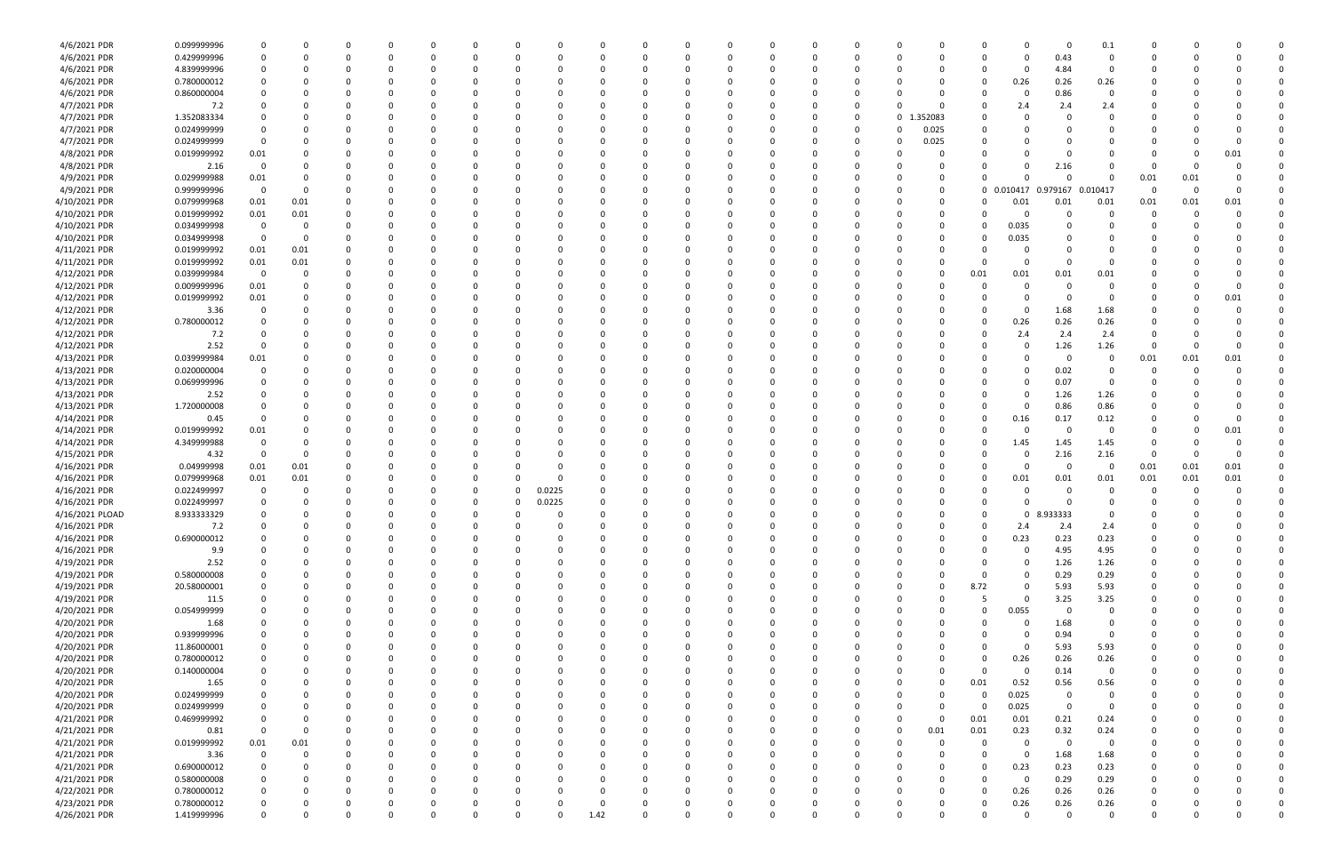| | | | | | | | | | | | | | | | | | | | | | | | | | | | |
|---|---|---|---|---|---|---|---|---|---|---|---|---|---|---|---|---|---|---|---|---|---|---|---|---|---|---|---|
| 4/6/2021 PDR | 0.099999996 | 0 | 0 | 0 | 0 | 0 | 0 | 0 | 0 | 0 | 0 | 0 | 0 | 0 | 0 | 0 | 0 | 0 | 0 | 0 | 0 | 0 | 0.1 | 0 | 0 | 0 | 0 |
| 4/6/2021 PDR | 0.429999996 | 0 | 0 | 0 | 0 | 0 | 0 | 0 | 0 | 0 | 0 | 0 | 0 | 0 | 0 | 0 | 0 | 0 | 0 | 0 | 0 | 0.43 | 0 | 0 | 0 | 0 | 0 |
| 4/6/2021 PDR | 4.839999996 | 0 | 0 | 0 | 0 | 0 | 0 | 0 | 0 | 0 | 0 | 0 | 0 | 0 | 0 | 0 | 0 | 0 | 0 | 0 | 0 | 4.84 | 0 | 0 | 0 | 0 | 0 |
| 4/6/2021 PDR | 0.780000012 | 0 | 0 | 0 | 0 | 0 | 0 | 0 | 0 | 0 | 0 | 0 | 0 | 0 | 0 | 0 | 0 | 0 | 0 | 0 | 0.26 | 0.26 | 0.26 | 0 | 0 | 0 | 0 |
| 4/6/2021 PDR | 0.860000004 | 0 | 0 | 0 | 0 | 0 | 0 | 0 | 0 | 0 | 0 | 0 | 0 | 0 | 0 | 0 | 0 | 0 | 0 | 0 | 0 | 0.86 | 0 | 0 | 0 | 0 | 0 |
| 4/7/2021 PDR | 7.2 | 0 | 0 | 0 | 0 | 0 | 0 | 0 | 0 | 0 | 0 | 0 | 0 | 0 | 0 | 0 | 0 | 0 | 0 | 0 | 2.4 | 2.4 | 2.4 | 0 | 0 | 0 | 0 |
| 4/7/2021 PDR | 1.352083334 | 0 | 0 | 0 | 0 | 0 | 0 | 0 | 0 | 0 | 0 | 0 | 0 | 0 | 0 | 0 | 0 | 0 | 1.352083 | 0 | 0 | 0 | 0 | 0 | 0 | 0 | 0 |
| 4/7/2021 PDR | 0.024999999 | 0 | 0 | 0 | 0 | 0 | 0 | 0 | 0 | 0 | 0 | 0 | 0 | 0 | 0 | 0 | 0 | 0 | 0.025 | 0 | 0 | 0 | 0 | 0 | 0 | 0 | 0 |
| 4/7/2021 PDR | 0.024999999 | 0 | 0 | 0 | 0 | 0 | 0 | 0 | 0 | 0 | 0 | 0 | 0 | 0 | 0 | 0 | 0 | 0 | 0.025 | 0 | 0 | 0 | 0 | 0 | 0 | 0 | 0 |
| 4/8/2021 PDR | 0.019999992 | 0.01 | 0 | 0 | 0 | 0 | 0 | 0 | 0 | 0 | 0 | 0 | 0 | 0 | 0 | 0 | 0 | 0 | 0 | 0 | 0 | 0 | 0 | 0 | 0 | 0.01 | 0 |
| 4/8/2021 PDR | 2.16 | 0 | 0 | 0 | 0 | 0 | 0 | 0 | 0 | 0 | 0 | 0 | 0 | 0 | 0 | 0 | 0 | 0 | 0 | 0 | 0 | 2.16 | 0 | 0 | 0 | 0 | 0 |
| 4/9/2021 PDR | 0.029999988 | 0.01 | 0 | 0 | 0 | 0 | 0 | 0 | 0 | 0 | 0 | 0 | 0 | 0 | 0 | 0 | 0 | 0 | 0 | 0 | 0 | 0 | 0 | 0.01 | 0.01 | 0 | 0 |
| 4/9/2021 PDR | 0.999999996 | 0 | 0 | 0 | 0 | 0 | 0 | 0 | 0 | 0 | 0 | 0 | 0 | 0 | 0 | 0 | 0 | 0 | 0 | 0 | 0.010417 | 0.979167 | 0.010417 | 0 | 0 | 0 | 0 |
| 4/10/2021 PDR | 0.079999968 | 0.01 | 0.01 | 0 | 0 | 0 | 0 | 0 | 0 | 0 | 0 | 0 | 0 | 0 | 0 | 0 | 0 | 0 | 0 | 0 | 0.01 | 0.01 | 0.01 | 0.01 | 0.01 | 0.01 | 0 |
| 4/10/2021 PDR | 0.019999992 | 0.01 | 0.01 | 0 | 0 | 0 | 0 | 0 | 0 | 0 | 0 | 0 | 0 | 0 | 0 | 0 | 0 | 0 | 0 | 0 | 0 | 0 | 0 | 0 | 0 | 0 | 0 |
| 4/10/2021 PDR | 0.034999998 | 0 | 0 | 0 | 0 | 0 | 0 | 0 | 0 | 0 | 0 | 0 | 0 | 0 | 0 | 0 | 0 | 0 | 0 | 0 | 0.035 | 0 | 0 | 0 | 0 | 0 | 0 |
| 4/10/2021 PDR | 0.034999998 | 0 | 0 | 0 | 0 | 0 | 0 | 0 | 0 | 0 | 0 | 0 | 0 | 0 | 0 | 0 | 0 | 0 | 0 | 0 | 0.035 | 0 | 0 | 0 | 0 | 0 | 0 |
| 4/11/2021 PDR | 0.019999992 | 0.01 | 0.01 | 0 | 0 | 0 | 0 | 0 | 0 | 0 | 0 | 0 | 0 | 0 | 0 | 0 | 0 | 0 | 0 | 0 | 0 | 0 | 0 | 0 | 0 | 0 | 0 |
| 4/11/2021 PDR | 0.019999992 | 0.01 | 0.01 | 0 | 0 | 0 | 0 | 0 | 0 | 0 | 0 | 0 | 0 | 0 | 0 | 0 | 0 | 0 | 0 | 0 | 0 | 0 | 0 | 0 | 0 | 0 | 0 |
| 4/12/2021 PDR | 0.039999984 | 0 | 0 | 0 | 0 | 0 | 0 | 0 | 0 | 0 | 0 | 0 | 0 | 0 | 0 | 0 | 0 | 0 | 0 | 0.01 | 0.01 | 0.01 | 0.01 | 0 | 0 | 0 | 0 |
| 4/12/2021 PDR | 0.009999996 | 0.01 | 0 | 0 | 0 | 0 | 0 | 0 | 0 | 0 | 0 | 0 | 0 | 0 | 0 | 0 | 0 | 0 | 0 | 0 | 0 | 0 | 0 | 0 | 0 | 0 | 0 |
| 4/12/2021 PDR | 0.019999992 | 0.01 | 0 | 0 | 0 | 0 | 0 | 0 | 0 | 0 | 0 | 0 | 0 | 0 | 0 | 0 | 0 | 0 | 0 | 0 | 0 | 0 | 0 | 0 | 0 | 0.01 | 0 |
| 4/12/2021 PDR | 3.36 | 0 | 0 | 0 | 0 | 0 | 0 | 0 | 0 | 0 | 0 | 0 | 0 | 0 | 0 | 0 | 0 | 0 | 0 | 0 | 0 | 1.68 | 1.68 | 0 | 0 | 0 | 0 |
| 4/12/2021 PDR | 0.780000012 | 0 | 0 | 0 | 0 | 0 | 0 | 0 | 0 | 0 | 0 | 0 | 0 | 0 | 0 | 0 | 0 | 0 | 0 | 0 | 0.26 | 0.26 | 0.26 | 0 | 0 | 0 | 0 |
| 4/12/2021 PDR | 7.2 | 0 | 0 | 0 | 0 | 0 | 0 | 0 | 0 | 0 | 0 | 0 | 0 | 0 | 0 | 0 | 0 | 0 | 0 | 0 | 2.4 | 2.4 | 2.4 | 0 | 0 | 0 | 0 |
| 4/12/2021 PDR | 2.52 | 0 | 0 | 0 | 0 | 0 | 0 | 0 | 0 | 0 | 0 | 0 | 0 | 0 | 0 | 0 | 0 | 0 | 0 | 0 | 0 | 1.26 | 1.26 | 0 | 0 | 0 | 0 |
| 4/13/2021 PDR | 0.039999984 | 0.01 | 0 | 0 | 0 | 0 | 0 | 0 | 0 | 0 | 0 | 0 | 0 | 0 | 0 | 0 | 0 | 0 | 0 | 0 | 0 | 0 | 0 | 0.01 | 0.01 | 0.01 | 0 |
| 4/13/2021 PDR | 0.020000004 | 0 | 0 | 0 | 0 | 0 | 0 | 0 | 0 | 0 | 0 | 0 | 0 | 0 | 0 | 0 | 0 | 0 | 0 | 0 | 0 | 0.02 | 0 | 0 | 0 | 0 | 0 |
| 4/13/2021 PDR | 0.069999996 | 0 | 0 | 0 | 0 | 0 | 0 | 0 | 0 | 0 | 0 | 0 | 0 | 0 | 0 | 0 | 0 | 0 | 0 | 0 | 0 | 0.07 | 0 | 0 | 0 | 0 | 0 |
| 4/13/2021 PDR | 2.52 | 0 | 0 | 0 | 0 | 0 | 0 | 0 | 0 | 0 | 0 | 0 | 0 | 0 | 0 | 0 | 0 | 0 | 0 | 0 | 0 | 1.26 | 1.26 | 0 | 0 | 0 | 0 |
| 4/13/2021 PDR | 1.720000008 | 0 | 0 | 0 | 0 | 0 | 0 | 0 | 0 | 0 | 0 | 0 | 0 | 0 | 0 | 0 | 0 | 0 | 0 | 0 | 0 | 0.86 | 0.86 | 0 | 0 | 0 | 0 |
| 4/14/2021 PDR | 0.45 | 0 | 0 | 0 | 0 | 0 | 0 | 0 | 0 | 0 | 0 | 0 | 0 | 0 | 0 | 0 | 0 | 0 | 0 | 0 | 0.16 | 0.17 | 0.12 | 0 | 0 | 0 | 0 |
| 4/14/2021 PDR | 0.019999992 | 0.01 | 0 | 0 | 0 | 0 | 0 | 0 | 0 | 0 | 0 | 0 | 0 | 0 | 0 | 0 | 0 | 0 | 0 | 0 | 0 | 0 | 0 | 0 | 0 | 0.01 | 0 |
| 4/14/2021 PDR | 4.349999988 | 0 | 0 | 0 | 0 | 0 | 0 | 0 | 0 | 0 | 0 | 0 | 0 | 0 | 0 | 0 | 0 | 0 | 0 | 0 | 1.45 | 1.45 | 1.45 | 0 | 0 | 0 | 0 |
| 4/15/2021 PDR | 4.32 | 0 | 0 | 0 | 0 | 0 | 0 | 0 | 0 | 0 | 0 | 0 | 0 | 0 | 0 | 0 | 0 | 0 | 0 | 0 | 0 | 2.16 | 2.16 | 0 | 0 | 0 | 0 |
| 4/16/2021 PDR | 0.04999998 | 0.01 | 0.01 | 0 | 0 | 0 | 0 | 0 | 0 | 0 | 0 | 0 | 0 | 0 | 0 | 0 | 0 | 0 | 0 | 0 | 0 | 0 | 0 | 0.01 | 0.01 | 0.01 | 0 |
| 4/16/2021 PDR | 0.079999968 | 0.01 | 0.01 | 0 | 0 | 0 | 0 | 0 | 0 | 0 | 0 | 0 | 0 | 0 | 0 | 0 | 0 | 0 | 0 | 0 | 0.01 | 0.01 | 0.01 | 0.01 | 0.01 | 0.01 | 0 |
| 4/16/2021 PDR | 0.022499997 | 0 | 0 | 0 | 0 | 0 | 0 | 0 | 0.0225 | 0 | 0 | 0 | 0 | 0 | 0 | 0 | 0 | 0 | 0 | 0 | 0 | 0 | 0 | 0 | 0 | 0 | 0 |
| 4/16/2021 PDR | 0.022499997 | 0 | 0 | 0 | 0 | 0 | 0 | 0 | 0.0225 | 0 | 0 | 0 | 0 | 0 | 0 | 0 | 0 | 0 | 0 | 0 | 0 | 0 | 0 | 0 | 0 | 0 | 0 |
| 4/16/2021 PLOAD | 8.933333329 | 0 | 0 | 0 | 0 | 0 | 0 | 0 | 0 | 0 | 0 | 0 | 0 | 0 | 0 | 0 | 0 | 0 | 0 | 0 | 0 | 8.933333 | 0 | 0 | 0 | 0 | 0 |
| 4/16/2021 PDR | 7.2 | 0 | 0 | 0 | 0 | 0 | 0 | 0 | 0 | 0 | 0 | 0 | 0 | 0 | 0 | 0 | 0 | 0 | 0 | 0 | 2.4 | 2.4 | 2.4 | 0 | 0 | 0 | 0 |
| 4/16/2021 PDR | 0.690000012 | 0 | 0 | 0 | 0 | 0 | 0 | 0 | 0 | 0 | 0 | 0 | 0 | 0 | 0 | 0 | 0 | 0 | 0 | 0 | 0.23 | 0.23 | 0.23 | 0 | 0 | 0 | 0 |
| 4/16/2021 PDR | 9.9 | 0 | 0 | 0 | 0 | 0 | 0 | 0 | 0 | 0 | 0 | 0 | 0 | 0 | 0 | 0 | 0 | 0 | 0 | 0 | 0 | 4.95 | 4.95 | 0 | 0 | 0 | 0 |
| 4/19/2021 PDR | 2.52 | 0 | 0 | 0 | 0 | 0 | 0 | 0 | 0 | 0 | 0 | 0 | 0 | 0 | 0 | 0 | 0 | 0 | 0 | 0 | 0 | 1.26 | 1.26 | 0 | 0 | 0 | 0 |
| 4/19/2021 PDR | 0.580000008 | 0 | 0 | 0 | 0 | 0 | 0 | 0 | 0 | 0 | 0 | 0 | 0 | 0 | 0 | 0 | 0 | 0 | 0 | 0 | 0 | 0.29 | 0.29 | 0 | 0 | 0 | 0 |
| 4/19/2021 PDR | 20.58000001 | 0 | 0 | 0 | 0 | 0 | 0 | 0 | 0 | 0 | 0 | 0 | 0 | 0 | 0 | 0 | 0 | 0 | 0 | 8.72 | 0 | 5.93 | 5.93 | 0 | 0 | 0 | 0 |
| 4/19/2021 PDR | 11.5 | 0 | 0 | 0 | 0 | 0 | 0 | 0 | 0 | 0 | 0 | 0 | 0 | 0 | 0 | 0 | 0 | 0 | 0 | 5 | 0 | 3.25 | 3.25 | 0 | 0 | 0 | 0 |
| 4/20/2021 PDR | 0.054999999 | 0 | 0 | 0 | 0 | 0 | 0 | 0 | 0 | 0 | 0 | 0 | 0 | 0 | 0 | 0 | 0 | 0 | 0 | 0 | 0.055 | 0 | 0 | 0 | 0 | 0 | 0 |
| 4/20/2021 PDR | 1.68 | 0 | 0 | 0 | 0 | 0 | 0 | 0 | 0 | 0 | 0 | 0 | 0 | 0 | 0 | 0 | 0 | 0 | 0 | 0 | 0 | 1.68 | 0 | 0 | 0 | 0 | 0 |
| 4/20/2021 PDR | 0.939999996 | 0 | 0 | 0 | 0 | 0 | 0 | 0 | 0 | 0 | 0 | 0 | 0 | 0 | 0 | 0 | 0 | 0 | 0 | 0 | 0 | 0.94 | 0 | 0 | 0 | 0 | 0 |
| 4/20/2021 PDR | 11.86000001 | 0 | 0 | 0 | 0 | 0 | 0 | 0 | 0 | 0 | 0 | 0 | 0 | 0 | 0 | 0 | 0 | 0 | 0 | 0 | 0 | 5.93 | 5.93 | 0 | 0 | 0 | 0 |
| 4/20/2021 PDR | 0.780000012 | 0 | 0 | 0 | 0 | 0 | 0 | 0 | 0 | 0 | 0 | 0 | 0 | 0 | 0 | 0 | 0 | 0 | 0 | 0 | 0.26 | 0.26 | 0.26 | 0 | 0 | 0 | 0 |
| 4/20/2021 PDR | 0.140000004 | 0 | 0 | 0 | 0 | 0 | 0 | 0 | 0 | 0 | 0 | 0 | 0 | 0 | 0 | 0 | 0 | 0 | 0 | 0 | 0 | 0.14 | 0 | 0 | 0 | 0 | 0 |
| 4/20/2021 PDR | 1.65 | 0 | 0 | 0 | 0 | 0 | 0 | 0 | 0 | 0 | 0 | 0 | 0 | 0 | 0 | 0 | 0 | 0 | 0 | 0.01 | 0.52 | 0.56 | 0.56 | 0 | 0 | 0 | 0 |
| 4/20/2021 PDR | 0.024999999 | 0 | 0 | 0 | 0 | 0 | 0 | 0 | 0 | 0 | 0 | 0 | 0 | 0 | 0 | 0 | 0 | 0 | 0 | 0 | 0.025 | 0 | 0 | 0 | 0 | 0 | 0 |
| 4/20/2021 PDR | 0.024999999 | 0 | 0 | 0 | 0 | 0 | 0 | 0 | 0 | 0 | 0 | 0 | 0 | 0 | 0 | 0 | 0 | 0 | 0 | 0 | 0.025 | 0 | 0 | 0 | 0 | 0 | 0 |
| 4/21/2021 PDR | 0.469999992 | 0 | 0 | 0 | 0 | 0 | 0 | 0 | 0 | 0 | 0 | 0 | 0 | 0 | 0 | 0 | 0 | 0 | 0 | 0.01 | 0.01 | 0.21 | 0.24 | 0 | 0 | 0 | 0 |
| 4/21/2021 PDR | 0.81 | 0 | 0 | 0 | 0 | 0 | 0 | 0 | 0 | 0 | 0 | 0 | 0 | 0 | 0 | 0 | 0 | 0 | 0.01 | 0.01 | 0.23 | 0.32 | 0.24 | 0 | 0 | 0 | 0 |
| 4/21/2021 PDR | 0.019999992 | 0.01 | 0.01 | 0 | 0 | 0 | 0 | 0 | 0 | 0 | 0 | 0 | 0 | 0 | 0 | 0 | 0 | 0 | 0 | 0 | 0 | 0 | 0 | 0 | 0 | 0 | 0 |
| 4/21/2021 PDR | 3.36 | 0 | 0 | 0 | 0 | 0 | 0 | 0 | 0 | 0 | 0 | 0 | 0 | 0 | 0 | 0 | 0 | 0 | 0 | 0 | 0 | 1.68 | 1.68 | 0 | 0 | 0 | 0 |
| 4/21/2021 PDR | 0.690000012 | 0 | 0 | 0 | 0 | 0 | 0 | 0 | 0 | 0 | 0 | 0 | 0 | 0 | 0 | 0 | 0 | 0 | 0 | 0 | 0.23 | 0.23 | 0.23 | 0 | 0 | 0 | 0 |
| 4/21/2021 PDR | 0.580000008 | 0 | 0 | 0 | 0 | 0 | 0 | 0 | 0 | 0 | 0 | 0 | 0 | 0 | 0 | 0 | 0 | 0 | 0 | 0 | 0 | 0.29 | 0.29 | 0 | 0 | 0 | 0 |
| 4/22/2021 PDR | 0.780000012 | 0 | 0 | 0 | 0 | 0 | 0 | 0 | 0 | 0 | 0 | 0 | 0 | 0 | 0 | 0 | 0 | 0 | 0 | 0 | 0.26 | 0.26 | 0.26 | 0 | 0 | 0 | 0 |
| 4/23/2021 PDR | 0.780000012 | 0 | 0 | 0 | 0 | 0 | 0 | 0 | 0 | 0 | 0 | 0 | 0 | 0 | 0 | 0 | 0 | 0 | 0 | 0 | 0.26 | 0.26 | 0.26 | 0 | 0 | 0 | 0 |
| 4/26/2021 PDR | 1.419999996 | 0 | 0 | 0 | 0 | 0 | 0 | 0 | 0 | 1.42 | 0 | 0 | 0 | 0 | 0 | 0 | 0 | 0 | 0 | 0 | 0 | 0 | 0 | 0 | 0 | 0 | 0 |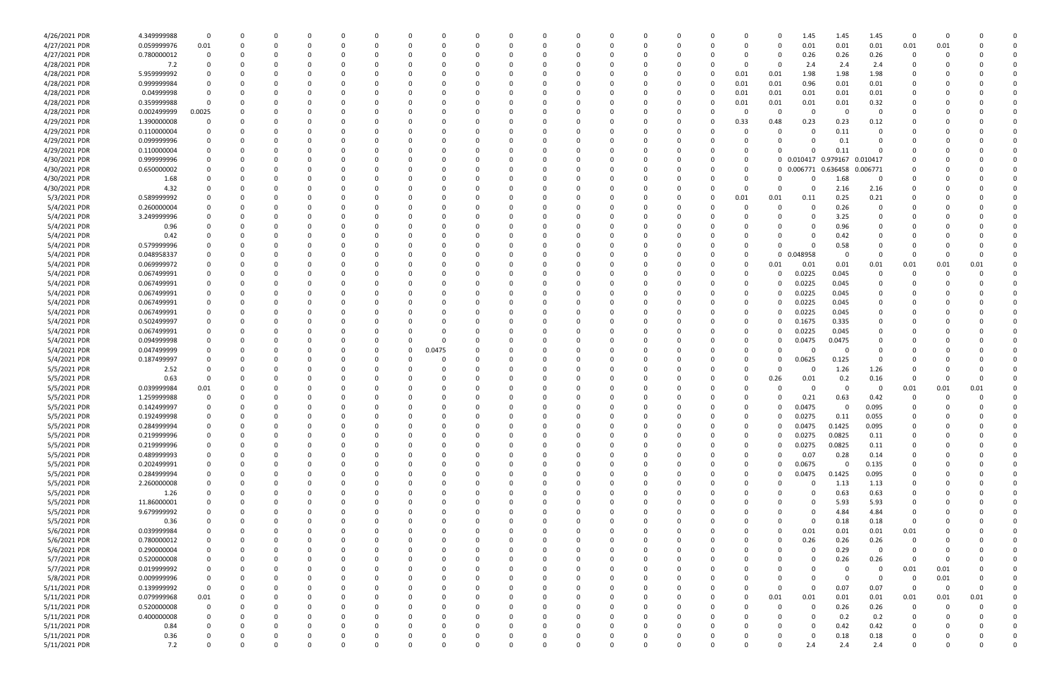| | | | | | | | | | | | | | | | | | | | | | | | | | |
|---|---|---|---|---|---|---|---|---|---|---|---|---|---|---|---|---|---|---|---|---|---|---|---|---|---|
| 4/26/2021 PDR | 4.349999988 | 0 | 0 | 0 | 0 | 0 | 0 | 0 | 0 | 0 | 0 | 0 | 0 | 0 | 0 | 0 | 0 | 0 | 1.45 | 1.45 | 1.45 | 0 | 0 | 0 | 0 |
| 4/27/2021 PDR | 0.059999976 | 0.01 | 0 | 0 | 0 | 0 | 0 | 0 | 0 | 0 | 0 | 0 | 0 | 0 | 0 | 0 | 0 | 0 | 0.01 | 0.01 | 0.01 | 0.01 | 0.01 | 0 | 0 |
| 4/27/2021 PDR | 0.780000012 | 0 | 0 | 0 | 0 | 0 | 0 | 0 | 0 | 0 | 0 | 0 | 0 | 0 | 0 | 0 | 0 | 0 | 0.26 | 0.26 | 0.26 | 0 | 0 | 0 | 0 |
| 4/28/2021 PDR | 7.2 | 0 | 0 | 0 | 0 | 0 | 0 | 0 | 0 | 0 | 0 | 0 | 0 | 0 | 0 | 0 | 0 | 0 | 2.4 | 2.4 | 2.4 | 0 | 0 | 0 | 0 |
| 4/28/2021 PDR | 5.959999992 | 0 | 0 | 0 | 0 | 0 | 0 | 0 | 0 | 0 | 0 | 0 | 0 | 0 | 0 | 0 | 0.01 | 0.01 | 1.98 | 1.98 | 1.98 | 0 | 0 | 0 | 0 |
| 4/28/2021 PDR | 0.999999984 | 0 | 0 | 0 | 0 | 0 | 0 | 0 | 0 | 0 | 0 | 0 | 0 | 0 | 0 | 0 | 0.01 | 0.01 | 0.96 | 0.01 | 0.01 | 0 | 0 | 0 | 0 |
| 4/28/2021 PDR | 0.04999998 | 0 | 0 | 0 | 0 | 0 | 0 | 0 | 0 | 0 | 0 | 0 | 0 | 0 | 0 | 0 | 0.01 | 0.01 | 0.01 | 0.01 | 0.01 | 0 | 0 | 0 | 0 |
| 4/28/2021 PDR | 0.359999988 | 0 | 0 | 0 | 0 | 0 | 0 | 0 | 0 | 0 | 0 | 0 | 0 | 0 | 0 | 0 | 0.01 | 0.01 | 0.01 | 0.01 | 0.32 | 0 | 0 | 0 | 0 |
| 4/28/2021 PDR | 0.002499999 | 0.0025 | 0 | 0 | 0 | 0 | 0 | 0 | 0 | 0 | 0 | 0 | 0 | 0 | 0 | 0 | 0 | 0 | 0 | 0 | 0 | 0 | 0 | 0 | 0 |
| 4/29/2021 PDR | 1.390000008 | 0 | 0 | 0 | 0 | 0 | 0 | 0 | 0 | 0 | 0 | 0 | 0 | 0 | 0 | 0 | 0.33 | 0.48 | 0.23 | 0.23 | 0.12 | 0 | 0 | 0 | 0 |
| 4/29/2021 PDR | 0.110000004 | 0 | 0 | 0 | 0 | 0 | 0 | 0 | 0 | 0 | 0 | 0 | 0 | 0 | 0 | 0 | 0 | 0 | 0 | 0.11 | 0 | 0 | 0 | 0 | 0 |
| 4/29/2021 PDR | 0.099999996 | 0 | 0 | 0 | 0 | 0 | 0 | 0 | 0 | 0 | 0 | 0 | 0 | 0 | 0 | 0 | 0 | 0 | 0 | 0.1 | 0 | 0 | 0 | 0 | 0 |
| 4/29/2021 PDR | 0.110000004 | 0 | 0 | 0 | 0 | 0 | 0 | 0 | 0 | 0 | 0 | 0 | 0 | 0 | 0 | 0 | 0 | 0 | 0 | 0.11 | 0 | 0 | 0 | 0 | 0 |
| 4/30/2021 PDR | 0.999999996 | 0 | 0 | 0 | 0 | 0 | 0 | 0 | 0 | 0 | 0 | 0 | 0 | 0 | 0 | 0 | 0 | 0 | 0.010417 | 0.979167 | 0.010417 | 0 | 0 | 0 | 0 |
| 4/30/2021 PDR | 0.650000002 | 0 | 0 | 0 | 0 | 0 | 0 | 0 | 0 | 0 | 0 | 0 | 0 | 0 | 0 | 0 | 0 | 0 | 0.006771 | 0.636458 | 0.006771 | 0 | 0 | 0 | 0 |
| 4/30/2021 PDR | 1.68 | 0 | 0 | 0 | 0 | 0 | 0 | 0 | 0 | 0 | 0 | 0 | 0 | 0 | 0 | 0 | 0 | 0 | 0 | 1.68 | 0 | 0 | 0 | 0 | 0 |
| 4/30/2021 PDR | 4.32 | 0 | 0 | 0 | 0 | 0 | 0 | 0 | 0 | 0 | 0 | 0 | 0 | 0 | 0 | 0 | 0 | 0 | 0 | 2.16 | 2.16 | 0 | 0 | 0 | 0 |
| 5/3/2021 PDR | 0.589999992 | 0 | 0 | 0 | 0 | 0 | 0 | 0 | 0 | 0 | 0 | 0 | 0 | 0 | 0 | 0 | 0.01 | 0.01 | 0.11 | 0.25 | 0.21 | 0 | 0 | 0 | 0 |
| 5/4/2021 PDR | 0.260000004 | 0 | 0 | 0 | 0 | 0 | 0 | 0 | 0 | 0 | 0 | 0 | 0 | 0 | 0 | 0 | 0 | 0 | 0 | 0.26 | 0 | 0 | 0 | 0 | 0 |
| 5/4/2021 PDR | 3.249999996 | 0 | 0 | 0 | 0 | 0 | 0 | 0 | 0 | 0 | 0 | 0 | 0 | 0 | 0 | 0 | 0 | 0 | 0 | 3.25 | 0 | 0 | 0 | 0 | 0 |
| 5/4/2021 PDR | 0.96 | 0 | 0 | 0 | 0 | 0 | 0 | 0 | 0 | 0 | 0 | 0 | 0 | 0 | 0 | 0 | 0 | 0 | 0 | 0.96 | 0 | 0 | 0 | 0 | 0 |
| 5/4/2021 PDR | 0.42 | 0 | 0 | 0 | 0 | 0 | 0 | 0 | 0 | 0 | 0 | 0 | 0 | 0 | 0 | 0 | 0 | 0 | 0 | 0.42 | 0 | 0 | 0 | 0 | 0 |
| 5/4/2021 PDR | 0.579999996 | 0 | 0 | 0 | 0 | 0 | 0 | 0 | 0 | 0 | 0 | 0 | 0 | 0 | 0 | 0 | 0 | 0 | 0 | 0.58 | 0 | 0 | 0 | 0 | 0 |
| 5/4/2021 PDR | 0.048958337 | 0 | 0 | 0 | 0 | 0 | 0 | 0 | 0 | 0 | 0 | 0 | 0 | 0 | 0 | 0 | 0 | 0 | 0.048958 | 0 | 0 | 0 | 0 | 0 | 0 |
| 5/4/2021 PDR | 0.069999972 | 0 | 0 | 0 | 0 | 0 | 0 | 0 | 0 | 0 | 0 | 0 | 0 | 0 | 0 | 0 | 0 | 0.01 | 0.01 | 0.01 | 0.01 | 0.01 | 0.01 | 0.01 | 0 |
| 5/4/2021 PDR | 0.067499991 | 0 | 0 | 0 | 0 | 0 | 0 | 0 | 0 | 0 | 0 | 0 | 0 | 0 | 0 | 0 | 0 | 0 | 0.0225 | 0.045 | 0 | 0 | 0 | 0 | 0 |
| 5/4/2021 PDR | 0.067499991 | 0 | 0 | 0 | 0 | 0 | 0 | 0 | 0 | 0 | 0 | 0 | 0 | 0 | 0 | 0 | 0 | 0 | 0.0225 | 0.045 | 0 | 0 | 0 | 0 | 0 |
| 5/4/2021 PDR | 0.067499991 | 0 | 0 | 0 | 0 | 0 | 0 | 0 | 0 | 0 | 0 | 0 | 0 | 0 | 0 | 0 | 0 | 0 | 0.0225 | 0.045 | 0 | 0 | 0 | 0 | 0 |
| 5/4/2021 PDR | 0.067499991 | 0 | 0 | 0 | 0 | 0 | 0 | 0 | 0 | 0 | 0 | 0 | 0 | 0 | 0 | 0 | 0 | 0 | 0.0225 | 0.045 | 0 | 0 | 0 | 0 | 0 |
| 5/4/2021 PDR | 0.067499991 | 0 | 0 | 0 | 0 | 0 | 0 | 0 | 0 | 0 | 0 | 0 | 0 | 0 | 0 | 0 | 0 | 0 | 0.0225 | 0.045 | 0 | 0 | 0 | 0 | 0 |
| 5/4/2021 PDR | 0.502499997 | 0 | 0 | 0 | 0 | 0 | 0 | 0 | 0 | 0 | 0 | 0 | 0 | 0 | 0 | 0 | 0 | 0 | 0.1675 | 0.335 | 0 | 0 | 0 | 0 | 0 |
| 5/4/2021 PDR | 0.067499991 | 0 | 0 | 0 | 0 | 0 | 0 | 0 | 0 | 0 | 0 | 0 | 0 | 0 | 0 | 0 | 0 | 0 | 0.0225 | 0.045 | 0 | 0 | 0 | 0 | 0 |
| 5/4/2021 PDR | 0.094999998 | 0 | 0 | 0 | 0 | 0 | 0 | 0 | 0 | 0 | 0 | 0 | 0 | 0 | 0 | 0 | 0 | 0 | 0.0475 | 0.0475 | 0 | 0 | 0 | 0 | 0 |
| 5/4/2021 PDR | 0.047499999 | 0 | 0 | 0 | 0 | 0 | 0 | 0 | 0.0475 | 0 | 0 | 0 | 0 | 0 | 0 | 0 | 0 | 0 | 0 | 0 | 0 | 0 | 0 | 0 | 0 |
| 5/4/2021 PDR | 0.187499997 | 0 | 0 | 0 | 0 | 0 | 0 | 0 | 0 | 0 | 0 | 0 | 0 | 0 | 0 | 0 | 0 | 0 | 0.0625 | 0.125 | 0 | 0 | 0 | 0 | 0 |
| 5/5/2021 PDR | 2.52 | 0 | 0 | 0 | 0 | 0 | 0 | 0 | 0 | 0 | 0 | 0 | 0 | 0 | 0 | 0 | 0 | 0 | 0 | 1.26 | 1.26 | 0 | 0 | 0 | 0 |
| 5/5/2021 PDR | 0.63 | 0 | 0 | 0 | 0 | 0 | 0 | 0 | 0 | 0 | 0 | 0 | 0 | 0 | 0 | 0 | 0 | 0.26 | 0.01 | 0.2 | 0.16 | 0 | 0 | 0 | 0 |
| 5/5/2021 PDR | 0.039999984 | 0.01 | 0 | 0 | 0 | 0 | 0 | 0 | 0 | 0 | 0 | 0 | 0 | 0 | 0 | 0 | 0 | 0 | 0 | 0 | 0 | 0.01 | 0.01 | 0.01 | 0 |
| 5/5/2021 PDR | 1.259999988 | 0 | 0 | 0 | 0 | 0 | 0 | 0 | 0 | 0 | 0 | 0 | 0 | 0 | 0 | 0 | 0 | 0 | 0.21 | 0.63 | 0.42 | 0 | 0 | 0 | 0 |
| 5/5/2021 PDR | 0.142499997 | 0 | 0 | 0 | 0 | 0 | 0 | 0 | 0 | 0 | 0 | 0 | 0 | 0 | 0 | 0 | 0 | 0 | 0.0475 | 0 | 0.095 | 0 | 0 | 0 | 0 |
| 5/5/2021 PDR | 0.192499998 | 0 | 0 | 0 | 0 | 0 | 0 | 0 | 0 | 0 | 0 | 0 | 0 | 0 | 0 | 0 | 0 | 0 | 0.0275 | 0.11 | 0.055 | 0 | 0 | 0 | 0 |
| 5/5/2021 PDR | 0.284999994 | 0 | 0 | 0 | 0 | 0 | 0 | 0 | 0 | 0 | 0 | 0 | 0 | 0 | 0 | 0 | 0 | 0 | 0.0475 | 0.1425 | 0.095 | 0 | 0 | 0 | 0 |
| 5/5/2021 PDR | 0.219999996 | 0 | 0 | 0 | 0 | 0 | 0 | 0 | 0 | 0 | 0 | 0 | 0 | 0 | 0 | 0 | 0 | 0 | 0.0275 | 0.0825 | 0.11 | 0 | 0 | 0 | 0 |
| 5/5/2021 PDR | 0.219999996 | 0 | 0 | 0 | 0 | 0 | 0 | 0 | 0 | 0 | 0 | 0 | 0 | 0 | 0 | 0 | 0 | 0 | 0.0275 | 0.0825 | 0.11 | 0 | 0 | 0 | 0 |
| 5/5/2021 PDR | 0.489999993 | 0 | 0 | 0 | 0 | 0 | 0 | 0 | 0 | 0 | 0 | 0 | 0 | 0 | 0 | 0 | 0 | 0 | 0.07 | 0.28 | 0.14 | 0 | 0 | 0 | 0 |
| 5/5/2021 PDR | 0.202499991 | 0 | 0 | 0 | 0 | 0 | 0 | 0 | 0 | 0 | 0 | 0 | 0 | 0 | 0 | 0 | 0 | 0 | 0.0675 | 0 | 0.135 | 0 | 0 | 0 | 0 |
| 5/5/2021 PDR | 0.284999994 | 0 | 0 | 0 | 0 | 0 | 0 | 0 | 0 | 0 | 0 | 0 | 0 | 0 | 0 | 0 | 0 | 0 | 0.0475 | 0.1425 | 0.095 | 0 | 0 | 0 | 0 |
| 5/5/2021 PDR | 2.260000008 | 0 | 0 | 0 | 0 | 0 | 0 | 0 | 0 | 0 | 0 | 0 | 0 | 0 | 0 | 0 | 0 | 0 | 0 | 1.13 | 1.13 | 0 | 0 | 0 | 0 |
| 5/5/2021 PDR | 1.26 | 0 | 0 | 0 | 0 | 0 | 0 | 0 | 0 | 0 | 0 | 0 | 0 | 0 | 0 | 0 | 0 | 0 | 0 | 0.63 | 0.63 | 0 | 0 | 0 | 0 |
| 5/5/2021 PDR | 11.86000001 | 0 | 0 | 0 | 0 | 0 | 0 | 0 | 0 | 0 | 0 | 0 | 0 | 0 | 0 | 0 | 0 | 0 | 0 | 5.93 | 5.93 | 0 | 0 | 0 | 0 |
| 5/5/2021 PDR | 9.679999992 | 0 | 0 | 0 | 0 | 0 | 0 | 0 | 0 | 0 | 0 | 0 | 0 | 0 | 0 | 0 | 0 | 0 | 0 | 4.84 | 4.84 | 0 | 0 | 0 | 0 |
| 5/5/2021 PDR | 0.36 | 0 | 0 | 0 | 0 | 0 | 0 | 0 | 0 | 0 | 0 | 0 | 0 | 0 | 0 | 0 | 0 | 0 | 0 | 0.18 | 0.18 | 0 | 0 | 0 | 0 |
| 5/6/2021 PDR | 0.039999984 | 0 | 0 | 0 | 0 | 0 | 0 | 0 | 0 | 0 | 0 | 0 | 0 | 0 | 0 | 0 | 0 | 0 | 0.01 | 0.01 | 0.01 | 0.01 | 0 | 0 | 0 |
| 5/6/2021 PDR | 0.780000012 | 0 | 0 | 0 | 0 | 0 | 0 | 0 | 0 | 0 | 0 | 0 | 0 | 0 | 0 | 0 | 0 | 0 | 0.26 | 0.26 | 0.26 | 0 | 0 | 0 | 0 |
| 5/6/2021 PDR | 0.290000004 | 0 | 0 | 0 | 0 | 0 | 0 | 0 | 0 | 0 | 0 | 0 | 0 | 0 | 0 | 0 | 0 | 0 | 0 | 0.29 | 0 | 0 | 0 | 0 | 0 |
| 5/7/2021 PDR | 0.520000008 | 0 | 0 | 0 | 0 | 0 | 0 | 0 | 0 | 0 | 0 | 0 | 0 | 0 | 0 | 0 | 0 | 0 | 0 | 0.26 | 0.26 | 0 | 0 | 0 | 0 |
| 5/7/2021 PDR | 0.019999992 | 0 | 0 | 0 | 0 | 0 | 0 | 0 | 0 | 0 | 0 | 0 | 0 | 0 | 0 | 0 | 0 | 0 | 0 | 0 | 0 | 0.01 | 0.01 | 0 | 0 |
| 5/8/2021 PDR | 0.009999996 | 0 | 0 | 0 | 0 | 0 | 0 | 0 | 0 | 0 | 0 | 0 | 0 | 0 | 0 | 0 | 0 | 0 | 0 | 0 | 0 | 0 | 0.01 | 0 | 0 |
| 5/11/2021 PDR | 0.139999992 | 0 | 0 | 0 | 0 | 0 | 0 | 0 | 0 | 0 | 0 | 0 | 0 | 0 | 0 | 0 | 0 | 0 | 0 | 0.07 | 0.07 | 0 | 0 | 0 | 0 |
| 5/11/2021 PDR | 0.079999968 | 0.01 | 0 | 0 | 0 | 0 | 0 | 0 | 0 | 0 | 0 | 0 | 0 | 0 | 0 | 0 | 0 | 0.01 | 0.01 | 0.01 | 0.01 | 0.01 | 0.01 | 0.01 | 0 |
| 5/11/2021 PDR | 0.520000008 | 0 | 0 | 0 | 0 | 0 | 0 | 0 | 0 | 0 | 0 | 0 | 0 | 0 | 0 | 0 | 0 | 0 | 0 | 0.26 | 0.26 | 0 | 0 | 0 | 0 |
| 5/11/2021 PDR | 0.400000008 | 0 | 0 | 0 | 0 | 0 | 0 | 0 | 0 | 0 | 0 | 0 | 0 | 0 | 0 | 0 | 0 | 0 | 0 | 0.2 | 0.2 | 0 | 0 | 0 | 0 |
| 5/11/2021 PDR | 0.84 | 0 | 0 | 0 | 0 | 0 | 0 | 0 | 0 | 0 | 0 | 0 | 0 | 0 | 0 | 0 | 0 | 0 | 0 | 0.42 | 0.42 | 0 | 0 | 0 | 0 |
| 5/11/2021 PDR | 0.36 | 0 | 0 | 0 | 0 | 0 | 0 | 0 | 0 | 0 | 0 | 0 | 0 | 0 | 0 | 0 | 0 | 0 | 0 | 0.18 | 0.18 | 0 | 0 | 0 | 0 |
| 5/11/2021 PDR | 7.2 | 0 | 0 | 0 | 0 | 0 | 0 | 0 | 0 | 0 | 0 | 0 | 0 | 0 | 0 | 0 | 0 | 0 | 2.4 | 2.4 | 2.4 | 0 | 0 | 0 | 0 |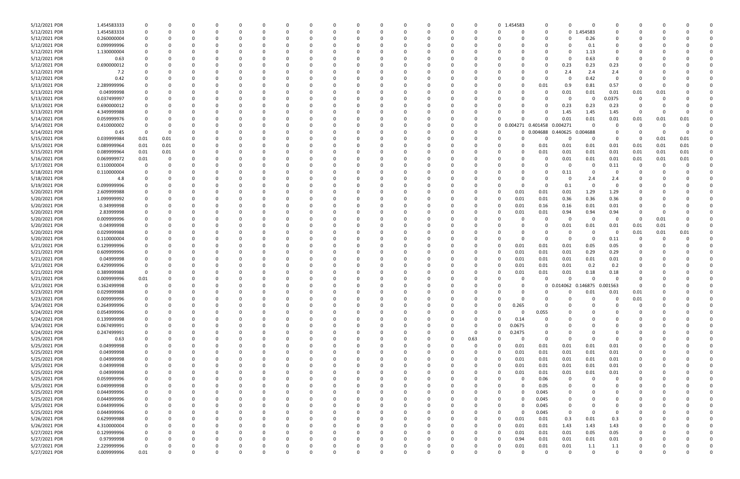| | | | | | | | | | | | | | | | | | | | | | | | | | | | | | | |
|---|---|---|---|---|---|---|---|---|---|---|---|---|---|---|---|---|---|---|---|---|---|---|---|---|---|---|---|---|---|---|
| 5/12/2021 | PDR | 1.454583333 | 0 | 0 | 0 | 0 | 0 | 0 | 0 | 0 | 0 | 0 | 0 | 0 | 0 | 0 | 0 | 0 | 0 | 1.454583 | 0 | 0 | 0 | 0 | 0 | 0 | 0 | 0 | 0 | 0 |
| 5/12/2021 | PDR | 1.454583333 | 0 | 0 | 0 | 0 | 0 | 0 | 0 | 0 | 0 | 0 | 0 | 0 | 0 | 0 | 0 | 0 | 0 | 0 | 0 | 0 | 0 | 1.454583 | 0 | 0 | 0 | 0 | 0 | 0 |
| 5/12/2021 | PDR | 0.260000004 | 0 | 0 | 0 | 0 | 0 | 0 | 0 | 0 | 0 | 0 | 0 | 0 | 0 | 0 | 0 | 0 | 0 | 0 | 0 | 0 | 0 | 0.26 | 0 | 0 | 0 | 0 | 0 | 0 |
| 5/12/2021 | PDR | 0.099999996 | 0 | 0 | 0 | 0 | 0 | 0 | 0 | 0 | 0 | 0 | 0 | 0 | 0 | 0 | 0 | 0 | 0 | 0 | 0 | 0 | 0 | 0.1 | 0 | 0 | 0 | 0 | 0 | 0 |
| 5/12/2021 | PDR | 1.130000004 | 0 | 0 | 0 | 0 | 0 | 0 | 0 | 0 | 0 | 0 | 0 | 0 | 0 | 0 | 0 | 0 | 0 | 0 | 0 | 0 | 0 | 1.13 | 0 | 0 | 0 | 0 | 0 | 0 |
| 5/12/2021 | PDR | 0.63 | 0 | 0 | 0 | 0 | 0 | 0 | 0 | 0 | 0 | 0 | 0 | 0 | 0 | 0 | 0 | 0 | 0 | 0 | 0 | 0 | 0 | 0.63 | 0 | 0 | 0 | 0 | 0 | 0 |
| 5/12/2021 | PDR | 0.690000012 | 0 | 0 | 0 | 0 | 0 | 0 | 0 | 0 | 0 | 0 | 0 | 0 | 0 | 0 | 0 | 0 | 0 | 0 | 0 | 0 | 0.23 | 0.23 | 0.23 | 0 | 0 | 0 | 0 | 0 |
| 5/12/2021 | PDR | 7.2 | 0 | 0 | 0 | 0 | 0 | 0 | 0 | 0 | 0 | 0 | 0 | 0 | 0 | 0 | 0 | 0 | 0 | 0 | 0 | 0 | 2.4 | 2.4 | 2.4 | 0 | 0 | 0 | 0 | 0 |
| 5/12/2021 | PDR | 0.42 | 0 | 0 | 0 | 0 | 0 | 0 | 0 | 0 | 0 | 0 | 0 | 0 | 0 | 0 | 0 | 0 | 0 | 0 | 0 | 0 | 0 | 0.42 | 0 | 0 | 0 | 0 | 0 | 0 |
| 5/13/2021 | PDR | 2.289999996 | 0 | 0 | 0 | 0 | 0 | 0 | 0 | 0 | 0 | 0 | 0 | 0 | 0 | 0 | 0 | 0 | 0 | 0 | 0 | 0.01 | 0.9 | 0.81 | 0.57 | 0 | 0 | 0 | 0 | 0 |
| 5/13/2021 | PDR | 0.04999998 | 0 | 0 | 0 | 0 | 0 | 0 | 0 | 0 | 0 | 0 | 0 | 0 | 0 | 0 | 0 | 0 | 0 | 0 | 0 | 0 | 0.01 | 0.01 | 0.01 | 0.01 | 0.01 | 0 | 0 | 0 |
| 5/13/2021 | PDR | 0.037499997 | 0 | 0 | 0 | 0 | 0 | 0 | 0 | 0 | 0 | 0 | 0 | 0 | 0 | 0 | 0 | 0 | 0 | 0 | 0 | 0 | 0 | 0 | 0.0375 | 0 | 0 | 0 | 0 | 0 |
| 5/13/2021 | PDR | 0.690000012 | 0 | 0 | 0 | 0 | 0 | 0 | 0 | 0 | 0 | 0 | 0 | 0 | 0 | 0 | 0 | 0 | 0 | 0 | 0 | 0 | 0.23 | 0.23 | 0.23 | 0 | 0 | 0 | 0 | 0 |
| 5/13/2021 | PDR | 4.349999988 | 0 | 0 | 0 | 0 | 0 | 0 | 0 | 0 | 0 | 0 | 0 | 0 | 0 | 0 | 0 | 0 | 0 | 0 | 0 | 0 | 1.45 | 1.45 | 1.45 | 0 | 0 | 0 | 0 | 0 |
| 5/14/2021 | PDR | 0.059999976 | 0 | 0 | 0 | 0 | 0 | 0 | 0 | 0 | 0 | 0 | 0 | 0 | 0 | 0 | 0 | 0 | 0 | 0 | 0 | 0 | 0.01 | 0.01 | 0.01 | 0.01 | 0.01 | 0.01 | 0 | 0 |
| 5/14/2021 | PDR | 0.410000002 | 0 | 0 | 0 | 0 | 0 | 0 | 0 | 0 | 0 | 0 | 0 | 0 | 0 | 0 | 0 | 0 | 0 | 0.004271 | 0.401458 | 0.004271 | 0 | 0 | 0 | 0 | 0 | 0 | 0 | 0 |
| 5/14/2021 | PDR | 0.45 | 0 | 0 | 0 | 0 | 0 | 0 | 0 | 0 | 0 | 0 | 0 | 0 | 0 | 0 | 0 | 0 | 0 | 0 | 0 | 0.004688 | 0.440625 | 0.004688 | 0 | 0 | 0 | 0 | 0 | 0 |
| 5/15/2021 | PDR | 0.039999984 | 0.01 | 0.01 | 0 | 0 | 0 | 0 | 0 | 0 | 0 | 0 | 0 | 0 | 0 | 0 | 0 | 0 | 0 | 0 | 0 | 0 | 0 | 0 | 0 | 0 | 0.01 | 0.01 | 0 | 0 |
| 5/15/2021 | PDR | 0.089999964 | 0.01 | 0.01 | 0 | 0 | 0 | 0 | 0 | 0 | 0 | 0 | 0 | 0 | 0 | 0 | 0 | 0 | 0 | 0 | 0 | 0.01 | 0.01 | 0.01 | 0.01 | 0.01 | 0.01 | 0.01 | 0 | 0 |
| 5/15/2021 | PDR | 0.089999964 | 0.01 | 0.01 | 0 | 0 | 0 | 0 | 0 | 0 | 0 | 0 | 0 | 0 | 0 | 0 | 0 | 0 | 0 | 0 | 0 | 0.01 | 0.01 | 0.01 | 0.01 | 0.01 | 0.01 | 0.01 | 0 | 0 |
| 5/16/2021 | PDR | 0.069999972 | 0.01 | 0 | 0 | 0 | 0 | 0 | 0 | 0 | 0 | 0 | 0 | 0 | 0 | 0 | 0 | 0 | 0 | 0 | 0 | 0 | 0.01 | 0.01 | 0.01 | 0.01 | 0.01 | 0.01 | 0 | 0 |
| 5/17/2021 | PDR | 0.110000004 | 0 | 0 | 0 | 0 | 0 | 0 | 0 | 0 | 0 | 0 | 0 | 0 | 0 | 0 | 0 | 0 | 0 | 0 | 0 | 0 | 0 | 0 | 0.11 | 0 | 0 | 0 | 0 | 0 |
| 5/18/2021 | PDR | 0.110000004 | 0 | 0 | 0 | 0 | 0 | 0 | 0 | 0 | 0 | 0 | 0 | 0 | 0 | 0 | 0 | 0 | 0 | 0 | 0 | 0 | 0.11 | 0 | 0 | 0 | 0 | 0 | 0 | 0 |
| 5/18/2021 | PDR | 4.8 | 0 | 0 | 0 | 0 | 0 | 0 | 0 | 0 | 0 | 0 | 0 | 0 | 0 | 0 | 0 | 0 | 0 | 0 | 0 | 0 | 0 | 2.4 | 2.4 | 0 | 0 | 0 | 0 | 0 |
| 5/19/2021 | PDR | 0.099999996 | 0 | 0 | 0 | 0 | 0 | 0 | 0 | 0 | 0 | 0 | 0 | 0 | 0 | 0 | 0 | 0 | 0 | 0 | 0 | 0 | 0.1 | 0 | 0 | 0 | 0 | 0 | 0 | 0 |
| 5/20/2021 | PDR | 2.609999988 | 0 | 0 | 0 | 0 | 0 | 0 | 0 | 0 | 0 | 0 | 0 | 0 | 0 | 0 | 0 | 0 | 0 | 0 | 0.01 | 0.01 | 0.01 | 1.29 | 1.29 | 0 | 0 | 0 | 0 | 0 |
| 5/20/2021 | PDR | 1.099999992 | 0 | 0 | 0 | 0 | 0 | 0 | 0 | 0 | 0 | 0 | 0 | 0 | 0 | 0 | 0 | 0 | 0 | 0 | 0.01 | 0.01 | 0.36 | 0.36 | 0.36 | 0 | 0 | 0 | 0 | 0 |
| 5/20/2021 | PDR | 0.34999998 | 0 | 0 | 0 | 0 | 0 | 0 | 0 | 0 | 0 | 0 | 0 | 0 | 0 | 0 | 0 | 0 | 0 | 0 | 0.01 | 0.16 | 0.16 | 0.01 | 0.01 | 0 | 0 | 0 | 0 | 0 |
| 5/20/2021 | PDR | 2.83999998 | 0 | 0 | 0 | 0 | 0 | 0 | 0 | 0 | 0 | 0 | 0 | 0 | 0 | 0 | 0 | 0 | 0 | 0 | 0.01 | 0.01 | 0.94 | 0.94 | 0.94 | 0 | 0 | 0 | 0 | 0 |
| 5/20/2021 | PDR | 0.009999996 | 0 | 0 | 0 | 0 | 0 | 0 | 0 | 0 | 0 | 0 | 0 | 0 | 0 | 0 | 0 | 0 | 0 | 0 | 0 | 0 | 0 | 0 | 0 | 0 | 0.01 | 0 | 0 | 0 |
| 5/20/2021 | PDR | 0.04999998 | 0 | 0 | 0 | 0 | 0 | 0 | 0 | 0 | 0 | 0 | 0 | 0 | 0 | 0 | 0 | 0 | 0 | 0 | 0 | 0 | 0.01 | 0.01 | 0.01 | 0.01 | 0.01 | 0 | 0 | 0 |
| 5/20/2021 | PDR | 0.029999988 | 0 | 0 | 0 | 0 | 0 | 0 | 0 | 0 | 0 | 0 | 0 | 0 | 0 | 0 | 0 | 0 | 0 | 0 | 0 | 0 | 0 | 0 | 0 | 0.01 | 0.01 | 0.01 | 0 | 0 |
| 5/20/2021 | PDR | 0.110000004 | 0 | 0 | 0 | 0 | 0 | 0 | 0 | 0 | 0 | 0 | 0 | 0 | 0 | 0 | 0 | 0 | 0 | 0 | 0 | 0 | 0 | 0 | 0.11 | 0 | 0 | 0 | 0 | 0 |
| 5/21/2021 | PDR | 0.129999996 | 0 | 0 | 0 | 0 | 0 | 0 | 0 | 0 | 0 | 0 | 0 | 0 | 0 | 0 | 0 | 0 | 0 | 0 | 0.01 | 0.01 | 0.01 | 0.05 | 0.05 | 0 | 0 | 0 | 0 | 0 |
| 5/21/2021 | PDR | 0.609999996 | 0 | 0 | 0 | 0 | 0 | 0 | 0 | 0 | 0 | 0 | 0 | 0 | 0 | 0 | 0 | 0 | 0 | 0 | 0.01 | 0.01 | 0.01 | 0.29 | 0.29 | 0 | 0 | 0 | 0 | 0 |
| 5/21/2021 | PDR | 0.04999998 | 0 | 0 | 0 | 0 | 0 | 0 | 0 | 0 | 0 | 0 | 0 | 0 | 0 | 0 | 0 | 0 | 0 | 0 | 0.01 | 0.01 | 0.01 | 0.01 | 0.01 | 0 | 0 | 0 | 0 | 0 |
| 5/21/2021 | PDR | 0.429999996 | 0 | 0 | 0 | 0 | 0 | 0 | 0 | 0 | 0 | 0 | 0 | 0 | 0 | 0 | 0 | 0 | 0 | 0 | 0.01 | 0.01 | 0.01 | 0.2 | 0.2 | 0 | 0 | 0 | 0 | 0 |
| 5/21/2021 | PDR | 0.389999988 | 0 | 0 | 0 | 0 | 0 | 0 | 0 | 0 | 0 | 0 | 0 | 0 | 0 | 0 | 0 | 0 | 0 | 0 | 0.01 | 0.01 | 0.01 | 0.18 | 0.18 | 0 | 0 | 0 | 0 | 0 |
| 5/21/2021 | PDR | 0.009999996 | 0.01 | 0 | 0 | 0 | 0 | 0 | 0 | 0 | 0 | 0 | 0 | 0 | 0 | 0 | 0 | 0 | 0 | 0 | 0 | 0 | 0 | 0 | 0 | 0 | 0 | 0 | 0 | 0 |
| 5/21/2021 | PDR | 0.162499998 | 0 | 0 | 0 | 0 | 0 | 0 | 0 | 0 | 0 | 0 | 0 | 0 | 0 | 0 | 0 | 0 | 0 | 0 | 0 | 0 | 0.014062 | 0.146875 | 0.001563 | 0 | 0 | 0 | 0 | 0 |
| 5/23/2021 | PDR | 0.029999988 | 0 | 0 | 0 | 0 | 0 | 0 | 0 | 0 | 0 | 0 | 0 | 0 | 0 | 0 | 0 | 0 | 0 | 0 | 0 | 0 | 0 | 0.01 | 0.01 | 0.01 | 0 | 0 | 0 | 0 |
| 5/23/2021 | PDR | 0.009999996 | 0 | 0 | 0 | 0 | 0 | 0 | 0 | 0 | 0 | 0 | 0 | 0 | 0 | 0 | 0 | 0 | 0 | 0 | 0 | 0 | 0 | 0 | 0 | 0.01 | 0 | 0 | 0 | 0 |
| 5/24/2021 | PDR | 0.264999996 | 0 | 0 | 0 | 0 | 0 | 0 | 0 | 0 | 0 | 0 | 0 | 0 | 0 | 0 | 0 | 0 | 0 | 0 | 0.265 | 0 | 0 | 0 | 0 | 0 | 0 | 0 | 0 | 0 |
| 5/24/2021 | PDR | 0.054999996 | 0 | 0 | 0 | 0 | 0 | 0 | 0 | 0 | 0 | 0 | 0 | 0 | 0 | 0 | 0 | 0 | 0 | 0 | 0 | 0.055 | 0 | 0 | 0 | 0 | 0 | 0 | 0 | 0 |
| 5/24/2021 | PDR | 0.139999998 | 0 | 0 | 0 | 0 | 0 | 0 | 0 | 0 | 0 | 0 | 0 | 0 | 0 | 0 | 0 | 0 | 0 | 0 | 0.14 | 0 | 0 | 0 | 0 | 0 | 0 | 0 | 0 | 0 |
| 5/24/2021 | PDR | 0.067499991 | 0 | 0 | 0 | 0 | 0 | 0 | 0 | 0 | 0 | 0 | 0 | 0 | 0 | 0 | 0 | 0 | 0 | 0 | 0.0675 | 0 | 0 | 0 | 0 | 0 | 0 | 0 | 0 | 0 |
| 5/24/2021 | PDR | 0.247499991 | 0 | 0 | 0 | 0 | 0 | 0 | 0 | 0 | 0 | 0 | 0 | 0 | 0 | 0 | 0 | 0 | 0 | 0 | 0.2475 | 0 | 0 | 0 | 0 | 0 | 0 | 0 | 0 | 0 |
| 5/25/2021 | PDR | 0.63 | 0 | 0 | 0 | 0 | 0 | 0 | 0 | 0 | 0 | 0 | 0 | 0 | 0 | 0 | 0 | 0 | 0.63 | 0 | 0 | 0 | 0 | 0 | 0 | 0 | 0 | 0 | 0 | 0 |
| 5/25/2021 | PDR | 0.04999998 | 0 | 0 | 0 | 0 | 0 | 0 | 0 | 0 | 0 | 0 | 0 | 0 | 0 | 0 | 0 | 0 | 0 | 0 | 0.01 | 0.01 | 0.01 | 0.01 | 0.01 | 0 | 0 | 0 | 0 | 0 |
| 5/25/2021 | PDR | 0.04999998 | 0 | 0 | 0 | 0 | 0 | 0 | 0 | 0 | 0 | 0 | 0 | 0 | 0 | 0 | 0 | 0 | 0 | 0 | 0.01 | 0.01 | 0.01 | 0.01 | 0.01 | 0 | 0 | 0 | 0 | 0 |
| 5/25/2021 | PDR | 0.04999998 | 0 | 0 | 0 | 0 | 0 | 0 | 0 | 0 | 0 | 0 | 0 | 0 | 0 | 0 | 0 | 0 | 0 | 0 | 0.01 | 0.01 | 0.01 | 0.01 | 0.01 | 0 | 0 | 0 | 0 | 0 |
| 5/25/2021 | PDR | 0.04999998 | 0 | 0 | 0 | 0 | 0 | 0 | 0 | 0 | 0 | 0 | 0 | 0 | 0 | 0 | 0 | 0 | 0 | 0 | 0.01 | 0.01 | 0.01 | 0.01 | 0.01 | 0 | 0 | 0 | 0 | 0 |
| 5/25/2021 | PDR | 0.04999998 | 0 | 0 | 0 | 0 | 0 | 0 | 0 | 0 | 0 | 0 | 0 | 0 | 0 | 0 | 0 | 0 | 0 | 0 | 0.01 | 0.01 | 0.01 | 0.01 | 0.01 | 0 | 0 | 0 | 0 | 0 |
| 5/25/2021 | PDR | 0.059999996 | 0 | 0 | 0 | 0 | 0 | 0 | 0 | 0 | 0 | 0 | 0 | 0 | 0 | 0 | 0 | 0 | 0 | 0 | 0 | 0.06 | 0 | 0 | 0 | 0 | 0 | 0 | 0 | 0 |
| 5/25/2021 | PDR | 0.049999998 | 0 | 0 | 0 | 0 | 0 | 0 | 0 | 0 | 0 | 0 | 0 | 0 | 0 | 0 | 0 | 0 | 0 | 0 | 0 | 0.05 | 0 | 0 | 0 | 0 | 0 | 0 | 0 | 0 |
| 5/25/2021 | PDR | 0.044999996 | 0 | 0 | 0 | 0 | 0 | 0 | 0 | 0 | 0 | 0 | 0 | 0 | 0 | 0 | 0 | 0 | 0 | 0 | 0 | 0.045 | 0 | 0 | 0 | 0 | 0 | 0 | 0 | 0 |
| 5/25/2021 | PDR | 0.044999996 | 0 | 0 | 0 | 0 | 0 | 0 | 0 | 0 | 0 | 0 | 0 | 0 | 0 | 0 | 0 | 0 | 0 | 0 | 0 | 0.045 | 0 | 0 | 0 | 0 | 0 | 0 | 0 | 0 |
| 5/25/2021 | PDR | 0.044999996 | 0 | 0 | 0 | 0 | 0 | 0 | 0 | 0 | 0 | 0 | 0 | 0 | 0 | 0 | 0 | 0 | 0 | 0 | 0 | 0.045 | 0 | 0 | 0 | 0 | 0 | 0 | 0 | 0 |
| 5/25/2021 | PDR | 0.044999996 | 0 | 0 | 0 | 0 | 0 | 0 | 0 | 0 | 0 | 0 | 0 | 0 | 0 | 0 | 0 | 0 | 0 | 0 | 0 | 0.045 | 0 | 0 | 0 | 0 | 0 | 0 | 0 | 0 |
| 5/26/2021 | PDR | 0.629999988 | 0 | 0 | 0 | 0 | 0 | 0 | 0 | 0 | 0 | 0 | 0 | 0 | 0 | 0 | 0 | 0 | 0 | 0 | 0.01 | 0.01 | 0.3 | 0.01 | 0.3 | 0 | 0 | 0 | 0 | 0 |
| 5/26/2021 | PDR | 4.310000004 | 0 | 0 | 0 | 0 | 0 | 0 | 0 | 0 | 0 | 0 | 0 | 0 | 0 | 0 | 0 | 0 | 0 | 0 | 0.01 | 0.01 | 1.43 | 1.43 | 1.43 | 0 | 0 | 0 | 0 | 0 |
| 5/27/2021 | PDR | 0.129999996 | 0 | 0 | 0 | 0 | 0 | 0 | 0 | 0 | 0 | 0 | 0 | 0 | 0 | 0 | 0 | 0 | 0 | 0 | 0.01 | 0.01 | 0.01 | 0.05 | 0.05 | 0 | 0 | 0 | 0 | 0 |
| 5/27/2021 | PDR | 0.97999998 | 0 | 0 | 0 | 0 | 0 | 0 | 0 | 0 | 0 | 0 | 0 | 0 | 0 | 0 | 0 | 0 | 0 | 0 | 0.94 | 0.01 | 0.01 | 0.01 | 0.01 | 0 | 0 | 0 | 0 | 0 |
| 5/27/2021 | PDR | 2.229999996 | 0 | 0 | 0 | 0 | 0 | 0 | 0 | 0 | 0 | 0 | 0 | 0 | 0 | 0 | 0 | 0 | 0 | 0 | 0.01 | 0.01 | 0.01 | 1.1 | 1.1 | 0 | 0 | 0 | 0 | 0 |
| 5/27/2021 | PDR | 0.009999996 | 0.01 | 0 | 0 | 0 | 0 | 0 | 0 | 0 | 0 | 0 | 0 | 0 | 0 | 0 | 0 | 0 | 0 | 0 | 0 | 0 | 0 | 0 | 0 | 0 | 0 | 0 | 0 | 0 |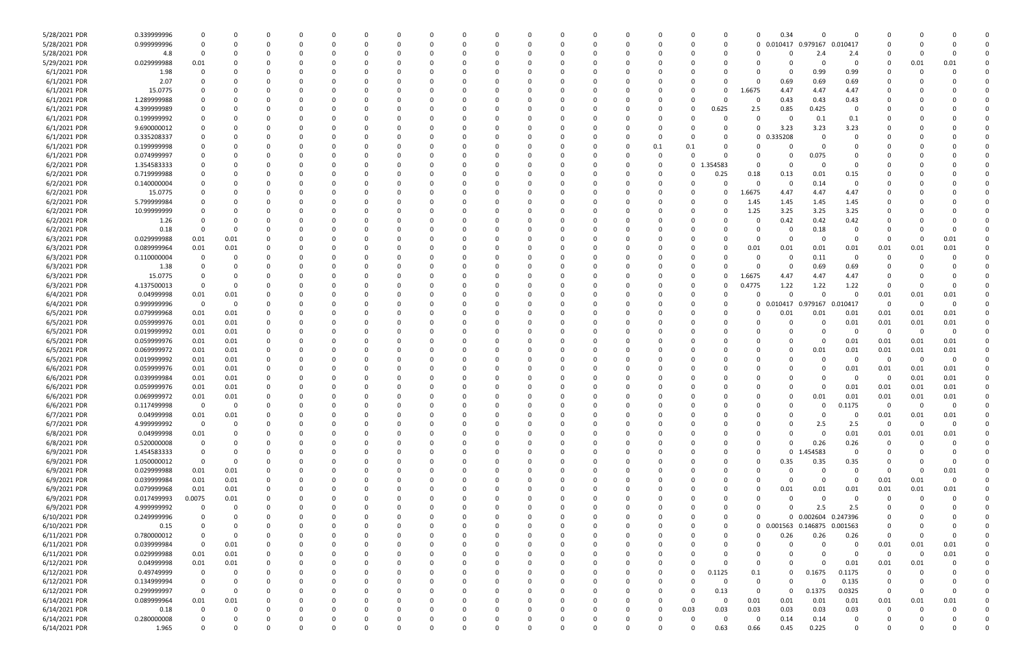| | | | | | | | | | | | | | | | | | | | | | | | | | | | |
|---|---|---|---|---|---|---|---|---|---|---|---|---|---|---|---|---|---|---|---|---|---|---|---|---|---|---|---|
| 5/28/2021 PDR | 0.339999996 | 0 | 0 | 0 | 0 | 0 | 0 | 0 | 0 | 0 | 0 | 0 | 0 | 0 | 0 | 0 | 0 | 0 | 0 | 0 | 0.34 | 0 | 0 | 0 | 0 | 0 | 0 |
| 5/28/2021 PDR | 0.999999996 | 0 | 0 | 0 | 0 | 0 | 0 | 0 | 0 | 0 | 0 | 0 | 0 | 0 | 0 | 0 | 0 | 0 | 0 | 0 | 0.010417 | 0.979167 | 0.010417 | 0 | 0 | 0 | 0 |
| 5/28/2021 PDR | 4.8 | 0 | 0 | 0 | 0 | 0 | 0 | 0 | 0 | 0 | 0 | 0 | 0 | 0 | 0 | 0 | 0 | 0 | 0 | 0 | 0 | 2.4 | 2.4 | 0 | 0 | 0 | 0 |
| 5/29/2021 PDR | 0.029999988 | 0.01 | 0 | 0 | 0 | 0 | 0 | 0 | 0 | 0 | 0 | 0 | 0 | 0 | 0 | 0 | 0 | 0 | 0 | 0 | 0 | 0 | 0 | 0 | 0.01 | 0.01 | 0 |
| 6/1/2021 PDR | 1.98 | 0 | 0 | 0 | 0 | 0 | 0 | 0 | 0 | 0 | 0 | 0 | 0 | 0 | 0 | 0 | 0 | 0 | 0 | 0 | 0 | 0.99 | 0.99 | 0 | 0 | 0 | 0 |
| 6/1/2021 PDR | 2.07 | 0 | 0 | 0 | 0 | 0 | 0 | 0 | 0 | 0 | 0 | 0 | 0 | 0 | 0 | 0 | 0 | 0 | 0 | 0 | 0.69 | 0.69 | 0.69 | 0 | 0 | 0 | 0 |
| 6/1/2021 PDR | 15.0775 | 0 | 0 | 0 | 0 | 0 | 0 | 0 | 0 | 0 | 0 | 0 | 0 | 0 | 0 | 0 | 0 | 0 | 0 | 1.6675 | 4.47 | 4.47 | 4.47 | 0 | 0 | 0 | 0 |
| 6/1/2021 PDR | 1.289999988 | 0 | 0 | 0 | 0 | 0 | 0 | 0 | 0 | 0 | 0 | 0 | 0 | 0 | 0 | 0 | 0 | 0 | 0 | 0 | 0.43 | 0.43 | 0.43 | 0 | 0 | 0 | 0 |
| 6/1/2021 PDR | 4.399999989 | 0 | 0 | 0 | 0 | 0 | 0 | 0 | 0 | 0 | 0 | 0 | 0 | 0 | 0 | 0 | 0 | 0 | 0.625 | 2.5 | 0.85 | 0.425 | 0 | 0 | 0 | 0 | 0 |
| 6/1/2021 PDR | 0.199999992 | 0 | 0 | 0 | 0 | 0 | 0 | 0 | 0 | 0 | 0 | 0 | 0 | 0 | 0 | 0 | 0 | 0 | 0 | 0 | 0 | 0.1 | 0.1 | 0 | 0 | 0 | 0 |
| 6/1/2021 PDR | 9.690000012 | 0 | 0 | 0 | 0 | 0 | 0 | 0 | 0 | 0 | 0 | 0 | 0 | 0 | 0 | 0 | 0 | 0 | 0 | 0 | 3.23 | 3.23 | 3.23 | 0 | 0 | 0 | 0 |
| 6/1/2021 PDR | 0.335208337 | 0 | 0 | 0 | 0 | 0 | 0 | 0 | 0 | 0 | 0 | 0 | 0 | 0 | 0 | 0 | 0 | 0 | 0 | 0 | 0.335208 | 0 | 0 | 0 | 0 | 0 | 0 |
| 6/1/2021 PDR | 0.199999998 | 0 | 0 | 0 | 0 | 0 | 0 | 0 | 0 | 0 | 0 | 0 | 0 | 0 | 0 | 0 | 0 | 0.1 | 0.1 | 0 | 0 | 0 | 0 | 0 | 0 | 0 | 0 |
| 6/1/2021 PDR | 0.074999997 | 0 | 0 | 0 | 0 | 0 | 0 | 0 | 0 | 0 | 0 | 0 | 0 | 0 | 0 | 0 | 0 | 0 | 0 | 0 | 0 | 0.075 | 0 | 0 | 0 | 0 | 0 |
| 6/2/2021 PDR | 1.354583333 | 0 | 0 | 0 | 0 | 0 | 0 | 0 | 0 | 0 | 0 | 0 | 0 | 0 | 0 | 0 | 0 | 0 | 1.354583 | 0 | 0 | 0 | 0 | 0 | 0 | 0 | 0 |
| 6/2/2021 PDR | 0.719999988 | 0 | 0 | 0 | 0 | 0 | 0 | 0 | 0 | 0 | 0 | 0 | 0 | 0 | 0 | 0 | 0 | 0 | 0.25 | 0.18 | 0.13 | 0.01 | 0.15 | 0 | 0 | 0 | 0 |
| 6/2/2021 PDR | 0.140000004 | 0 | 0 | 0 | 0 | 0 | 0 | 0 | 0 | 0 | 0 | 0 | 0 | 0 | 0 | 0 | 0 | 0 | 0 | 0 | 0 | 0.14 | 0 | 0 | 0 | 0 | 0 |
| 6/2/2021 PDR | 15.0775 | 0 | 0 | 0 | 0 | 0 | 0 | 0 | 0 | 0 | 0 | 0 | 0 | 0 | 0 | 0 | 0 | 0 | 0 | 1.6675 | 4.47 | 4.47 | 4.47 | 0 | 0 | 0 | 0 |
| 6/2/2021 PDR | 5.799999984 | 0 | 0 | 0 | 0 | 0 | 0 | 0 | 0 | 0 | 0 | 0 | 0 | 0 | 0 | 0 | 0 | 0 | 0 | 1.45 | 1.45 | 1.45 | 1.45 | 0 | 0 | 0 | 0 |
| 6/2/2021 PDR | 10.99999999 | 0 | 0 | 0 | 0 | 0 | 0 | 0 | 0 | 0 | 0 | 0 | 0 | 0 | 0 | 0 | 0 | 0 | 0 | 1.25 | 3.25 | 3.25 | 3.25 | 0 | 0 | 0 | 0 |
| 6/2/2021 PDR | 1.26 | 0 | 0 | 0 | 0 | 0 | 0 | 0 | 0 | 0 | 0 | 0 | 0 | 0 | 0 | 0 | 0 | 0 | 0 | 0 | 0.42 | 0.42 | 0.42 | 0 | 0 | 0 | 0 |
| 6/2/2021 PDR | 0.18 | 0 | 0 | 0 | 0 | 0 | 0 | 0 | 0 | 0 | 0 | 0 | 0 | 0 | 0 | 0 | 0 | 0 | 0 | 0 | 0 | 0.18 | 0 | 0 | 0 | 0 | 0 |
| 6/3/2021 PDR | 0.029999988 | 0.01 | 0.01 | 0 | 0 | 0 | 0 | 0 | 0 | 0 | 0 | 0 | 0 | 0 | 0 | 0 | 0 | 0 | 0 | 0 | 0 | 0 | 0 | 0 | 0 | 0.01 | 0 |
| 6/3/2021 PDR | 0.089999964 | 0.01 | 0.01 | 0 | 0 | 0 | 0 | 0 | 0 | 0 | 0 | 0 | 0 | 0 | 0 | 0 | 0 | 0 | 0 | 0.01 | 0.01 | 0.01 | 0.01 | 0.01 | 0.01 | 0.01 | 0 |
| 6/3/2021 PDR | 0.110000004 | 0 | 0 | 0 | 0 | 0 | 0 | 0 | 0 | 0 | 0 | 0 | 0 | 0 | 0 | 0 | 0 | 0 | 0 | 0 | 0 | 0.11 | 0 | 0 | 0 | 0 | 0 |
| 6/3/2021 PDR | 1.38 | 0 | 0 | 0 | 0 | 0 | 0 | 0 | 0 | 0 | 0 | 0 | 0 | 0 | 0 | 0 | 0 | 0 | 0 | 0 | 0 | 0.69 | 0.69 | 0 | 0 | 0 | 0 |
| 6/3/2021 PDR | 15.0775 | 0 | 0 | 0 | 0 | 0 | 0 | 0 | 0 | 0 | 0 | 0 | 0 | 0 | 0 | 0 | 0 | 0 | 0 | 1.6675 | 4.47 | 4.47 | 4.47 | 0 | 0 | 0 | 0 |
| 6/3/2021 PDR | 4.137500013 | 0 | 0 | 0 | 0 | 0 | 0 | 0 | 0 | 0 | 0 | 0 | 0 | 0 | 0 | 0 | 0 | 0 | 0 | 0.4775 | 1.22 | 1.22 | 1.22 | 0 | 0 | 0 | 0 |
| 6/4/2021 PDR | 0.04999998 | 0.01 | 0.01 | 0 | 0 | 0 | 0 | 0 | 0 | 0 | 0 | 0 | 0 | 0 | 0 | 0 | 0 | 0 | 0 | 0 | 0 | 0 | 0 | 0.01 | 0.01 | 0.01 | 0 |
| 6/4/2021 PDR | 0.999999996 | 0 | 0 | 0 | 0 | 0 | 0 | 0 | 0 | 0 | 0 | 0 | 0 | 0 | 0 | 0 | 0 | 0 | 0 | 0 | 0.010417 | 0.979167 | 0.010417 | 0 | 0 | 0 | 0 |
| 6/5/2021 PDR | 0.079999968 | 0.01 | 0.01 | 0 | 0 | 0 | 0 | 0 | 0 | 0 | 0 | 0 | 0 | 0 | 0 | 0 | 0 | 0 | 0 | 0 | 0.01 | 0.01 | 0.01 | 0.01 | 0.01 | 0.01 | 0 |
| 6/5/2021 PDR | 0.059999976 | 0.01 | 0.01 | 0 | 0 | 0 | 0 | 0 | 0 | 0 | 0 | 0 | 0 | 0 | 0 | 0 | 0 | 0 | 0 | 0 | 0 | 0 | 0.01 | 0.01 | 0.01 | 0.01 | 0 |
| 6/5/2021 PDR | 0.019999992 | 0.01 | 0.01 | 0 | 0 | 0 | 0 | 0 | 0 | 0 | 0 | 0 | 0 | 0 | 0 | 0 | 0 | 0 | 0 | 0 | 0 | 0 | 0 | 0 | 0 | 0 | 0 |
| 6/5/2021 PDR | 0.059999976 | 0.01 | 0.01 | 0 | 0 | 0 | 0 | 0 | 0 | 0 | 0 | 0 | 0 | 0 | 0 | 0 | 0 | 0 | 0 | 0 | 0 | 0 | 0.01 | 0.01 | 0.01 | 0.01 | 0 |
| 6/5/2021 PDR | 0.069999972 | 0.01 | 0.01 | 0 | 0 | 0 | 0 | 0 | 0 | 0 | 0 | 0 | 0 | 0 | 0 | 0 | 0 | 0 | 0 | 0 | 0 | 0.01 | 0.01 | 0.01 | 0.01 | 0.01 | 0 |
| 6/5/2021 PDR | 0.019999992 | 0.01 | 0.01 | 0 | 0 | 0 | 0 | 0 | 0 | 0 | 0 | 0 | 0 | 0 | 0 | 0 | 0 | 0 | 0 | 0 | 0 | 0 | 0 | 0 | 0 | 0 | 0 |
| 6/6/2021 PDR | 0.059999976 | 0.01 | 0.01 | 0 | 0 | 0 | 0 | 0 | 0 | 0 | 0 | 0 | 0 | 0 | 0 | 0 | 0 | 0 | 0 | 0 | 0 | 0 | 0.01 | 0.01 | 0.01 | 0.01 | 0 |
| 6/6/2021 PDR | 0.039999984 | 0.01 | 0.01 | 0 | 0 | 0 | 0 | 0 | 0 | 0 | 0 | 0 | 0 | 0 | 0 | 0 | 0 | 0 | 0 | 0 | 0 | 0 | 0 | 0 | 0.01 | 0.01 | 0 |
| 6/6/2021 PDR | 0.059999976 | 0.01 | 0.01 | 0 | 0 | 0 | 0 | 0 | 0 | 0 | 0 | 0 | 0 | 0 | 0 | 0 | 0 | 0 | 0 | 0 | 0 | 0 | 0.01 | 0.01 | 0.01 | 0.01 | 0 |
| 6/6/2021 PDR | 0.069999972 | 0.01 | 0.01 | 0 | 0 | 0 | 0 | 0 | 0 | 0 | 0 | 0 | 0 | 0 | 0 | 0 | 0 | 0 | 0 | 0 | 0 | 0.01 | 0.01 | 0.01 | 0.01 | 0.01 | 0 |
| 6/6/2021 PDR | 0.117499998 | 0 | 0 | 0 | 0 | 0 | 0 | 0 | 0 | 0 | 0 | 0 | 0 | 0 | 0 | 0 | 0 | 0 | 0 | 0 | 0 | 0 | 0.1175 | 0 | 0 | 0 | 0 |
| 6/7/2021 PDR | 0.04999998 | 0.01 | 0.01 | 0 | 0 | 0 | 0 | 0 | 0 | 0 | 0 | 0 | 0 | 0 | 0 | 0 | 0 | 0 | 0 | 0 | 0 | 0 | 0 | 0.01 | 0.01 | 0.01 | 0 |
| 6/7/2021 PDR | 4.999999992 | 0 | 0 | 0 | 0 | 0 | 0 | 0 | 0 | 0 | 0 | 0 | 0 | 0 | 0 | 0 | 0 | 0 | 0 | 0 | 0 | 2.5 | 2.5 | 0 | 0 | 0 | 0 |
| 6/8/2021 PDR | 0.04999998 | 0.01 | 0 | 0 | 0 | 0 | 0 | 0 | 0 | 0 | 0 | 0 | 0 | 0 | 0 | 0 | 0 | 0 | 0 | 0 | 0 | 0 | 0.01 | 0.01 | 0.01 | 0.01 | 0 |
| 6/8/2021 PDR | 0.520000008 | 0 | 0 | 0 | 0 | 0 | 0 | 0 | 0 | 0 | 0 | 0 | 0 | 0 | 0 | 0 | 0 | 0 | 0 | 0 | 0 | 0.26 | 0.26 | 0 | 0 | 0 | 0 |
| 6/9/2021 PDR | 1.454583333 | 0 | 0 | 0 | 0 | 0 | 0 | 0 | 0 | 0 | 0 | 0 | 0 | 0 | 0 | 0 | 0 | 0 | 0 | 0 | 0 | 1.454583 | 0 | 0 | 0 | 0 | 0 |
| 6/9/2021 PDR | 1.050000012 | 0 | 0 | 0 | 0 | 0 | 0 | 0 | 0 | 0 | 0 | 0 | 0 | 0 | 0 | 0 | 0 | 0 | 0 | 0 | 0.35 | 0.35 | 0.35 | 0 | 0 | 0 | 0 |
| 6/9/2021 PDR | 0.029999988 | 0.01 | 0.01 | 0 | 0 | 0 | 0 | 0 | 0 | 0 | 0 | 0 | 0 | 0 | 0 | 0 | 0 | 0 | 0 | 0 | 0 | 0 | 0 | 0 | 0 | 0.01 | 0 |
| 6/9/2021 PDR | 0.039999984 | 0.01 | 0.01 | 0 | 0 | 0 | 0 | 0 | 0 | 0 | 0 | 0 | 0 | 0 | 0 | 0 | 0 | 0 | 0 | 0 | 0 | 0 | 0 | 0.01 | 0.01 | 0 | 0 |
| 6/9/2021 PDR | 0.079999968 | 0.01 | 0.01 | 0 | 0 | 0 | 0 | 0 | 0 | 0 | 0 | 0 | 0 | 0 | 0 | 0 | 0 | 0 | 0 | 0 | 0.01 | 0.01 | 0.01 | 0.01 | 0.01 | 0.01 | 0 |
| 6/9/2021 PDR | 0.017499993 | 0.0075 | 0.01 | 0 | 0 | 0 | 0 | 0 | 0 | 0 | 0 | 0 | 0 | 0 | 0 | 0 | 0 | 0 | 0 | 0 | 0 | 0 | 0 | 0 | 0 | 0 | 0 |
| 6/9/2021 PDR | 4.99999992 | 0 | 0 | 0 | 0 | 0 | 0 | 0 | 0 | 0 | 0 | 0 | 0 | 0 | 0 | 0 | 0 | 0 | 0 | 0 | 0 | 2.5 | 2.5 | 0 | 0 | 0 | 0 |
| 6/10/2021 PDR | 0.249999996 | 0 | 0 | 0 | 0 | 0 | 0 | 0 | 0 | 0 | 0 | 0 | 0 | 0 | 0 | 0 | 0 | 0 | 0 | 0 | 0 | 0.002604 | 0.247396 | 0 | 0 | 0 | 0 |
| 6/10/2021 PDR | 0.15 | 0 | 0 | 0 | 0 | 0 | 0 | 0 | 0 | 0 | 0 | 0 | 0 | 0 | 0 | 0 | 0 | 0 | 0 | 0 | 0.001563 | 0.146875 | 0.001563 | 0 | 0 | 0 | 0 |
| 6/11/2021 PDR | 0.780000012 | 0 | 0 | 0 | 0 | 0 | 0 | 0 | 0 | 0 | 0 | 0 | 0 | 0 | 0 | 0 | 0 | 0 | 0 | 0 | 0.26 | 0.26 | 0.26 | 0 | 0 | 0 | 0 |
| 6/11/2021 PDR | 0.039999984 | 0 | 0.01 | 0 | 0 | 0 | 0 | 0 | 0 | 0 | 0 | 0 | 0 | 0 | 0 | 0 | 0 | 0 | 0 | 0 | 0 | 0 | 0 | 0.01 | 0.01 | 0.01 | 0 |
| 6/11/2021 PDR | 0.029999988 | 0.01 | 0.01 | 0 | 0 | 0 | 0 | 0 | 0 | 0 | 0 | 0 | 0 | 0 | 0 | 0 | 0 | 0 | 0 | 0 | 0 | 0 | 0 | 0 | 0 | 0.01 | 0 |
| 6/12/2021 PDR | 0.04999998 | 0.01 | 0.01 | 0 | 0 | 0 | 0 | 0 | 0 | 0 | 0 | 0 | 0 | 0 | 0 | 0 | 0 | 0 | 0 | 0 | 0 | 0 | 0.01 | 0.01 | 0.01 | 0 | 0 |
| 6/12/2021 PDR | 0.49749999 | 0 | 0 | 0 | 0 | 0 | 0 | 0 | 0 | 0 | 0 | 0 | 0 | 0 | 0 | 0 | 0 | 0 | 0.1125 | 0.1 | 0 | 0.1675 | 0.1175 | 0 | 0 | 0 | 0 |
| 6/12/2021 PDR | 0.134999994 | 0 | 0 | 0 | 0 | 0 | 0 | 0 | 0 | 0 | 0 | 0 | 0 | 0 | 0 | 0 | 0 | 0 | 0 | 0 | 0 | 0 | 0.135 | 0 | 0 | 0 | 0 |
| 6/12/2021 PDR | 0.299999997 | 0 | 0 | 0 | 0 | 0 | 0 | 0 | 0 | 0 | 0 | 0 | 0 | 0 | 0 | 0 | 0 | 0 | 0.13 | 0 | 0 | 0.1375 | 0.0325 | 0 | 0 | 0 | 0 |
| 6/14/2021 PDR | 0.089999964 | 0.01 | 0.01 | 0 | 0 | 0 | 0 | 0 | 0 | 0 | 0 | 0 | 0 | 0 | 0 | 0 | 0 | 0 | 0 | 0.01 | 0.01 | 0.01 | 0.01 | 0.01 | 0.01 | 0.01 | 0 |
| 6/14/2021 PDR | 0.18 | 0 | 0 | 0 | 0 | 0 | 0 | 0 | 0 | 0 | 0 | 0 | 0 | 0 | 0 | 0 | 0 | 0.03 | 0.03 | 0.03 | 0.03 | 0.03 | 0.03 | 0 | 0 | 0 | 0 |
| 6/14/2021 PDR | 0.280000008 | 0 | 0 | 0 | 0 | 0 | 0 | 0 | 0 | 0 | 0 | 0 | 0 | 0 | 0 | 0 | 0 | 0 | 0 | 0 | 0.14 | 0.14 | 0 | 0 | 0 | 0 | 0 |
| 6/14/2021 PDR | 1.965 | 0 | 0 | 0 | 0 | 0 | 0 | 0 | 0 | 0 | 0 | 0 | 0 | 0 | 0 | 0 | 0 | 0 | 0.63 | 0.66 | 0.45 | 0.225 | 0 | 0 | 0 | 0 | 0 |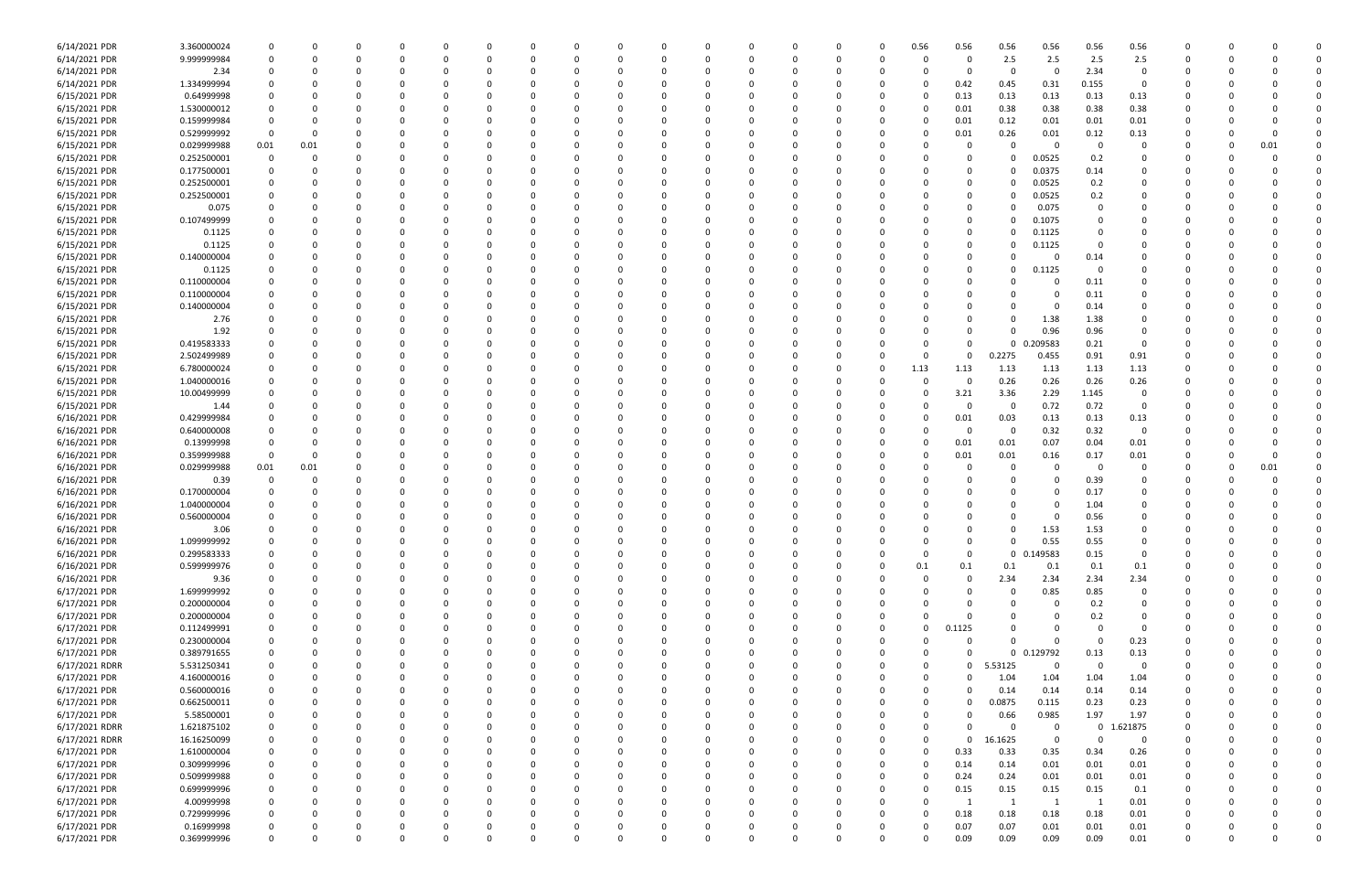| | | | | | | | | | | | | | | | | | | | | | | | | | | |
|---|---|---|---|---|---|---|---|---|---|---|---|---|---|---|---|---|---|---|---|---|---|---|---|---|---|---|
| 6/14/2021 PDR | 3.360000024 | 0 | 0 | 0 | 0 | 0 | 0 | 0 | 0 | 0 | 0 | 0 | 0 | 0 | 0 | 0 | 0.56 | 0.56 | 0.56 | 0.56 | 0.56 | 0.56 | 0 | 0 | 0 | 0 |
| 6/14/2021 PDR | 9.999999984 | 0 | 0 | 0 | 0 | 0 | 0 | 0 | 0 | 0 | 0 | 0 | 0 | 0 | 0 | 0 | 0 | 0 | 2.5 | 2.5 | 2.5 | 2.5 | 0 | 0 | 0 | 0 |
| 6/14/2021 PDR | 2.34 | 0 | 0 | 0 | 0 | 0 | 0 | 0 | 0 | 0 | 0 | 0 | 0 | 0 | 0 | 0 | 0 | 0 | 0 | 0 | 2.34 | 0 | 0 | 0 | 0 | 0 |
| 6/14/2021 PDR | 1.334999994 | 0 | 0 | 0 | 0 | 0 | 0 | 0 | 0 | 0 | 0 | 0 | 0 | 0 | 0 | 0 | 0 | 0.42 | 0.45 | 0.31 | 0.155 | 0 | 0 | 0 | 0 | 0 |
| 6/15/2021 PDR | 0.64999998 | 0 | 0 | 0 | 0 | 0 | 0 | 0 | 0 | 0 | 0 | 0 | 0 | 0 | 0 | 0 | 0 | 0.13 | 0.13 | 0.13 | 0.13 | 0.13 | 0 | 0 | 0 | 0 |
| 6/15/2021 PDR | 1.530000012 | 0 | 0 | 0 | 0 | 0 | 0 | 0 | 0 | 0 | 0 | 0 | 0 | 0 | 0 | 0 | 0 | 0.01 | 0.38 | 0.38 | 0.38 | 0.38 | 0 | 0 | 0 | 0 |
| 6/15/2021 PDR | 0.159999984 | 0 | 0 | 0 | 0 | 0 | 0 | 0 | 0 | 0 | 0 | 0 | 0 | 0 | 0 | 0 | 0 | 0.01 | 0.12 | 0.01 | 0.01 | 0.01 | 0 | 0 | 0 | 0 |
| 6/15/2021 PDR | 0.529999992 | 0 | 0 | 0 | 0 | 0 | 0 | 0 | 0 | 0 | 0 | 0 | 0 | 0 | 0 | 0 | 0 | 0.01 | 0.26 | 0.01 | 0.12 | 0.13 | 0 | 0 | 0 | 0 |
| 6/15/2021 PDR | 0.029999988 | 0.01 | 0.01 | 0 | 0 | 0 | 0 | 0 | 0 | 0 | 0 | 0 | 0 | 0 | 0 | 0 | 0 | 0 | 0 | 0 | 0 | 0 | 0 | 0 | 0.01 | 0 |
| 6/15/2021 PDR | 0.252500001 | 0 | 0 | 0 | 0 | 0 | 0 | 0 | 0 | 0 | 0 | 0 | 0 | 0 | 0 | 0 | 0 | 0 | 0 | 0.0525 | 0.2 | 0 | 0 | 0 | 0 | 0 |
| 6/15/2021 PDR | 0.177500001 | 0 | 0 | 0 | 0 | 0 | 0 | 0 | 0 | 0 | 0 | 0 | 0 | 0 | 0 | 0 | 0 | 0 | 0 | 0.0375 | 0.14 | 0 | 0 | 0 | 0 | 0 |
| 6/15/2021 PDR | 0.252500001 | 0 | 0 | 0 | 0 | 0 | 0 | 0 | 0 | 0 | 0 | 0 | 0 | 0 | 0 | 0 | 0 | 0 | 0 | 0.0525 | 0.2 | 0 | 0 | 0 | 0 | 0 |
| 6/15/2021 PDR | 0.252500001 | 0 | 0 | 0 | 0 | 0 | 0 | 0 | 0 | 0 | 0 | 0 | 0 | 0 | 0 | 0 | 0 | 0 | 0 | 0.0525 | 0.2 | 0 | 0 | 0 | 0 | 0 |
| 6/15/2021 PDR | 0.075 | 0 | 0 | 0 | 0 | 0 | 0 | 0 | 0 | 0 | 0 | 0 | 0 | 0 | 0 | 0 | 0 | 0 | 0 | 0.075 | 0 | 0 | 0 | 0 | 0 | 0 |
| 6/15/2021 PDR | 0.107499999 | 0 | 0 | 0 | 0 | 0 | 0 | 0 | 0 | 0 | 0 | 0 | 0 | 0 | 0 | 0 | 0 | 0 | 0 | 0.1075 | 0 | 0 | 0 | 0 | 0 | 0 |
| 6/15/2021 PDR | 0.1125 | 0 | 0 | 0 | 0 | 0 | 0 | 0 | 0 | 0 | 0 | 0 | 0 | 0 | 0 | 0 | 0 | 0 | 0 | 0.1125 | 0 | 0 | 0 | 0 | 0 | 0 |
| 6/15/2021 PDR | 0.1125 | 0 | 0 | 0 | 0 | 0 | 0 | 0 | 0 | 0 | 0 | 0 | 0 | 0 | 0 | 0 | 0 | 0 | 0 | 0.1125 | 0 | 0 | 0 | 0 | 0 | 0 |
| 6/15/2021 PDR | 0.140000004 | 0 | 0 | 0 | 0 | 0 | 0 | 0 | 0 | 0 | 0 | 0 | 0 | 0 | 0 | 0 | 0 | 0 | 0 | 0 | 0.14 | 0 | 0 | 0 | 0 | 0 |
| 6/15/2021 PDR | 0.1125 | 0 | 0 | 0 | 0 | 0 | 0 | 0 | 0 | 0 | 0 | 0 | 0 | 0 | 0 | 0 | 0 | 0 | 0 | 0.1125 | 0 | 0 | 0 | 0 | 0 | 0 |
| 6/15/2021 PDR | 0.110000004 | 0 | 0 | 0 | 0 | 0 | 0 | 0 | 0 | 0 | 0 | 0 | 0 | 0 | 0 | 0 | 0 | 0 | 0 | 0 | 0.11 | 0 | 0 | 0 | 0 | 0 |
| 6/15/2021 PDR | 0.110000004 | 0 | 0 | 0 | 0 | 0 | 0 | 0 | 0 | 0 | 0 | 0 | 0 | 0 | 0 | 0 | 0 | 0 | 0 | 0 | 0.11 | 0 | 0 | 0 | 0 | 0 |
| 6/15/2021 PDR | 0.140000004 | 0 | 0 | 0 | 0 | 0 | 0 | 0 | 0 | 0 | 0 | 0 | 0 | 0 | 0 | 0 | 0 | 0 | 0 | 0 | 0.14 | 0 | 0 | 0 | 0 | 0 |
| 6/15/2021 PDR | 2.76 | 0 | 0 | 0 | 0 | 0 | 0 | 0 | 0 | 0 | 0 | 0 | 0 | 0 | 0 | 0 | 0 | 0 | 0 | 1.38 | 1.38 | 0 | 0 | 0 | 0 | 0 |
| 6/15/2021 PDR | 1.92 | 0 | 0 | 0 | 0 | 0 | 0 | 0 | 0 | 0 | 0 | 0 | 0 | 0 | 0 | 0 | 0 | 0 | 0 | 0.96 | 0.96 | 0 | 0 | 0 | 0 | 0 |
| 6/15/2021 PDR | 0.419583333 | 0 | 0 | 0 | 0 | 0 | 0 | 0 | 0 | 0 | 0 | 0 | 0 | 0 | 0 | 0 | 0 | 0 | 0 | 0.209583 | 0.21 | 0 | 0 | 0 | 0 | 0 |
| 6/15/2021 PDR | 2.502499989 | 0 | 0 | 0 | 0 | 0 | 0 | 0 | 0 | 0 | 0 | 0 | 0 | 0 | 0 | 0 | 0 | 0 | 0.2275 | 0.455 | 0.91 | 0.91 | 0 | 0 | 0 | 0 |
| 6/15/2021 PDR | 6.780000024 | 0 | 0 | 0 | 0 | 0 | 0 | 0 | 0 | 0 | 0 | 0 | 0 | 0 | 0 | 0 | 1.13 | 1.13 | 1.13 | 1.13 | 1.13 | 1.13 | 0 | 0 | 0 | 0 |
| 6/15/2021 PDR | 1.040000016 | 0 | 0 | 0 | 0 | 0 | 0 | 0 | 0 | 0 | 0 | 0 | 0 | 0 | 0 | 0 | 0 | 0 | 0.26 | 0.26 | 0.26 | 0.26 | 0 | 0 | 0 | 0 |
| 6/15/2021 PDR | 10.00499999 | 0 | 0 | 0 | 0 | 0 | 0 | 0 | 0 | 0 | 0 | 0 | 0 | 0 | 0 | 0 | 0 | 3.21 | 3.36 | 2.29 | 1.145 | 0 | 0 | 0 | 0 | 0 |
| 6/15/2021 PDR | 1.44 | 0 | 0 | 0 | 0 | 0 | 0 | 0 | 0 | 0 | 0 | 0 | 0 | 0 | 0 | 0 | 0 | 0 | 0 | 0.72 | 0.72 | 0 | 0 | 0 | 0 | 0 |
| 6/16/2021 PDR | 0.429999984 | 0 | 0 | 0 | 0 | 0 | 0 | 0 | 0 | 0 | 0 | 0 | 0 | 0 | 0 | 0 | 0 | 0.01 | 0.03 | 0.13 | 0.13 | 0.13 | 0 | 0 | 0 | 0 |
| 6/16/2021 PDR | 0.640000008 | 0 | 0 | 0 | 0 | 0 | 0 | 0 | 0 | 0 | 0 | 0 | 0 | 0 | 0 | 0 | 0 | 0 | 0 | 0.32 | 0.32 | 0 | 0 | 0 | 0 | 0 |
| 6/16/2021 PDR | 0.13999998 | 0 | 0 | 0 | 0 | 0 | 0 | 0 | 0 | 0 | 0 | 0 | 0 | 0 | 0 | 0 | 0 | 0.01 | 0.01 | 0.07 | 0.04 | 0.01 | 0 | 0 | 0 | 0 |
| 6/16/2021 PDR | 0.359999988 | 0 | 0 | 0 | 0 | 0 | 0 | 0 | 0 | 0 | 0 | 0 | 0 | 0 | 0 | 0 | 0 | 0.01 | 0.01 | 0.16 | 0.17 | 0.01 | 0 | 0 | 0 | 0 |
| 6/16/2021 PDR | 0.029999988 | 0.01 | 0.01 | 0 | 0 | 0 | 0 | 0 | 0 | 0 | 0 | 0 | 0 | 0 | 0 | 0 | 0 | 0 | 0 | 0 | 0 | 0 | 0 | 0 | 0.01 | 0 |
| 6/16/2021 PDR | 0.39 | 0 | 0 | 0 | 0 | 0 | 0 | 0 | 0 | 0 | 0 | 0 | 0 | 0 | 0 | 0 | 0 | 0 | 0 | 0 | 0.39 | 0 | 0 | 0 | 0 | 0 |
| 6/16/2021 PDR | 0.170000004 | 0 | 0 | 0 | 0 | 0 | 0 | 0 | 0 | 0 | 0 | 0 | 0 | 0 | 0 | 0 | 0 | 0 | 0 | 0 | 0.17 | 0 | 0 | 0 | 0 | 0 |
| 6/16/2021 PDR | 1.040000004 | 0 | 0 | 0 | 0 | 0 | 0 | 0 | 0 | 0 | 0 | 0 | 0 | 0 | 0 | 0 | 0 | 0 | 0 | 0 | 1.04 | 0 | 0 | 0 | 0 | 0 |
| 6/16/2021 PDR | 0.560000004 | 0 | 0 | 0 | 0 | 0 | 0 | 0 | 0 | 0 | 0 | 0 | 0 | 0 | 0 | 0 | 0 | 0 | 0 | 0 | 0.56 | 0 | 0 | 0 | 0 | 0 |
| 6/16/2021 PDR | 3.06 | 0 | 0 | 0 | 0 | 0 | 0 | 0 | 0 | 0 | 0 | 0 | 0 | 0 | 0 | 0 | 0 | 0 | 0 | 1.53 | 1.53 | 0 | 0 | 0 | 0 | 0 |
| 6/16/2021 PDR | 1.099999992 | 0 | 0 | 0 | 0 | 0 | 0 | 0 | 0 | 0 | 0 | 0 | 0 | 0 | 0 | 0 | 0 | 0 | 0 | 0.55 | 0.55 | 0 | 0 | 0 | 0 | 0 |
| 6/16/2021 PDR | 0.299583333 | 0 | 0 | 0 | 0 | 0 | 0 | 0 | 0 | 0 | 0 | 0 | 0 | 0 | 0 | 0 | 0 | 0 | 0 | 0.149583 | 0.15 | 0 | 0 | 0 | 0 | 0 |
| 6/16/2021 PDR | 0.599999976 | 0 | 0 | 0 | 0 | 0 | 0 | 0 | 0 | 0 | 0 | 0 | 0 | 0 | 0 | 0 | 0.1 | 0.1 | 0.1 | 0.1 | 0.1 | 0.1 | 0 | 0 | 0 | 0 |
| 6/16/2021 PDR | 9.36 | 0 | 0 | 0 | 0 | 0 | 0 | 0 | 0 | 0 | 0 | 0 | 0 | 0 | 0 | 0 | 0 | 0 | 2.34 | 2.34 | 2.34 | 2.34 | 0 | 0 | 0 | 0 |
| 6/17/2021 PDR | 1.699999992 | 0 | 0 | 0 | 0 | 0 | 0 | 0 | 0 | 0 | 0 | 0 | 0 | 0 | 0 | 0 | 0 | 0 | 0 | 0.85 | 0.85 | 0 | 0 | 0 | 0 | 0 |
| 6/17/2021 PDR | 0.200000004 | 0 | 0 | 0 | 0 | 0 | 0 | 0 | 0 | 0 | 0 | 0 | 0 | 0 | 0 | 0 | 0 | 0 | 0 | 0 | 0.2 | 0 | 0 | 0 | 0 | 0 |
| 6/17/2021 PDR | 0.200000004 | 0 | 0 | 0 | 0 | 0 | 0 | 0 | 0 | 0 | 0 | 0 | 0 | 0 | 0 | 0 | 0 | 0 | 0 | 0 | 0.2 | 0 | 0 | 0 | 0 | 0 |
| 6/17/2021 PDR | 0.112499991 | 0 | 0 | 0 | 0 | 0 | 0 | 0 | 0 | 0 | 0 | 0 | 0 | 0 | 0 | 0 | 0 | 0.1125 | 0 | 0 | 0 | 0 | 0 | 0 | 0 | 0 |
| 6/17/2021 PDR | 0.230000004 | 0 | 0 | 0 | 0 | 0 | 0 | 0 | 0 | 0 | 0 | 0 | 0 | 0 | 0 | 0 | 0 | 0 | 0 | 0 | 0 | 0.23 | 0 | 0 | 0 | 0 |
| 6/17/2021 PDR | 0.389791655 | 0 | 0 | 0 | 0 | 0 | 0 | 0 | 0 | 0 | 0 | 0 | 0 | 0 | 0 | 0 | 0 | 0 | 0 | 0.129792 | 0.13 | 0.13 | 0 | 0 | 0 | 0 |
| 6/17/2021 RDRR | 5.531250341 | 0 | 0 | 0 | 0 | 0 | 0 | 0 | 0 | 0 | 0 | 0 | 0 | 0 | 0 | 0 | 0 | 0 | 5.53125 | 0 | 0 | 0 | 0 | 0 | 0 | 0 |
| 6/17/2021 PDR | 4.160000016 | 0 | 0 | 0 | 0 | 0 | 0 | 0 | 0 | 0 | 0 | 0 | 0 | 0 | 0 | 0 | 0 | 0 | 1.04 | 1.04 | 1.04 | 1.04 | 0 | 0 | 0 | 0 |
| 6/17/2021 PDR | 0.560000016 | 0 | 0 | 0 | 0 | 0 | 0 | 0 | 0 | 0 | 0 | 0 | 0 | 0 | 0 | 0 | 0 | 0 | 0.14 | 0.14 | 0.14 | 0.14 | 0 | 0 | 0 | 0 |
| 6/17/2021 PDR | 0.662500011 | 0 | 0 | 0 | 0 | 0 | 0 | 0 | 0 | 0 | 0 | 0 | 0 | 0 | 0 | 0 | 0 | 0 | 0.0875 | 0.115 | 0.23 | 0.23 | 0 | 0 | 0 | 0 |
| 6/17/2021 PDR | 5.58500001 | 0 | 0 | 0 | 0 | 0 | 0 | 0 | 0 | 0 | 0 | 0 | 0 | 0 | 0 | 0 | 0 | 0 | 0.66 | 0.985 | 1.97 | 1.97 | 0 | 0 | 0 | 0 |
| 6/17/2021 RDRR | 1.621875102 | 0 | 0 | 0 | 0 | 0 | 0 | 0 | 0 | 0 | 0 | 0 | 0 | 0 | 0 | 0 | 0 | 0 | 0 | 0 | 0 | 1.621875 | 0 | 0 | 0 | 0 |
| 6/17/2021 RDRR | 16.16250099 | 0 | 0 | 0 | 0 | 0 | 0 | 0 | 0 | 0 | 0 | 0 | 0 | 0 | 0 | 0 | 0 | 0 | 16.1625 | 0 | 0 | 0 | 0 | 0 | 0 | 0 |
| 6/17/2021 PDR | 1.610000004 | 0 | 0 | 0 | 0 | 0 | 0 | 0 | 0 | 0 | 0 | 0 | 0 | 0 | 0 | 0 | 0 | 0.33 | 0.33 | 0.35 | 0.34 | 0.26 | 0 | 0 | 0 | 0 |
| 6/17/2021 PDR | 0.309999996 | 0 | 0 | 0 | 0 | 0 | 0 | 0 | 0 | 0 | 0 | 0 | 0 | 0 | 0 | 0 | 0 | 0.14 | 0.14 | 0.01 | 0.01 | 0.01 | 0 | 0 | 0 | 0 |
| 6/17/2021 PDR | 0.509999988 | 0 | 0 | 0 | 0 | 0 | 0 | 0 | 0 | 0 | 0 | 0 | 0 | 0 | 0 | 0 | 0 | 0.24 | 0.24 | 0.01 | 0.01 | 0.01 | 0 | 0 | 0 | 0 |
| 6/17/2021 PDR | 0.699999996 | 0 | 0 | 0 | 0 | 0 | 0 | 0 | 0 | 0 | 0 | 0 | 0 | 0 | 0 | 0 | 0 | 0.15 | 0.15 | 0.15 | 0.15 | 0.1 | 0 | 0 | 0 | 0 |
| 6/17/2021 PDR | 4.00999998 | 0 | 0 | 0 | 0 | 0 | 0 | 0 | 0 | 0 | 0 | 0 | 0 | 0 | 0 | 0 | 0 | 1 | 1 | 1 | 1 | 0.01 | 0 | 0 | 0 | 0 |
| 6/17/2021 PDR | 0.729999996 | 0 | 0 | 0 | 0 | 0 | 0 | 0 | 0 | 0 | 0 | 0 | 0 | 0 | 0 | 0 | 0 | 0.18 | 0.18 | 0.18 | 0.18 | 0.01 | 0 | 0 | 0 | 0 |
| 6/17/2021 PDR | 0.16999998 | 0 | 0 | 0 | 0 | 0 | 0 | 0 | 0 | 0 | 0 | 0 | 0 | 0 | 0 | 0 | 0 | 0.07 | 0.07 | 0.01 | 0.01 | 0.01 | 0 | 0 | 0 | 0 |
| 6/17/2021 PDR | 0.369999996 | 0 | 0 | 0 | 0 | 0 | 0 | 0 | 0 | 0 | 0 | 0 | 0 | 0 | 0 | 0 | 0 | 0.09 | 0.09 | 0.09 | 0.09 | 0.01 | 0 | 0 | 0 | 0 |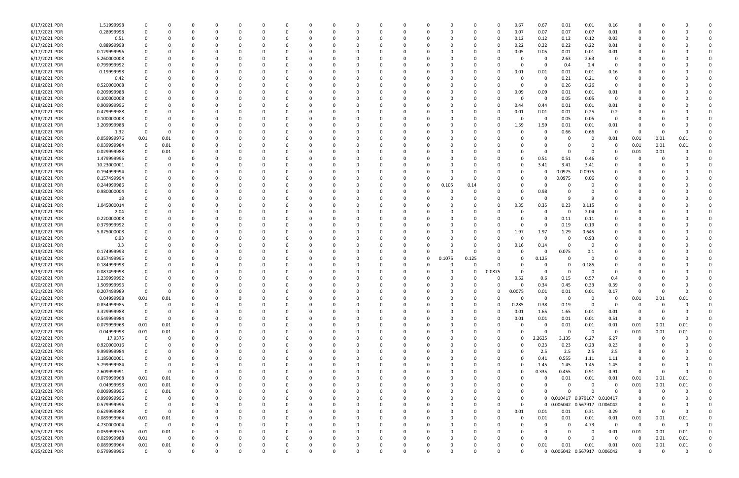| | | | | | | | | | | | | | | | | | | | | | | | | | | | | | |
|---|---|---|---|---|---|---|---|---|---|---|---|---|---|---|---|---|---|---|---|---|---|---|---|---|---|---|---|---|---|
| 6/17/2021 PDR | 1.51999998 | 0 | 0 | 0 | 0 | 0 | 0 | 0 | 0 | 0 | 0 | 0 | 0 | 0 | 0 | 0 | 0 | 0 | 0 | 0.67 | 0.67 | 0.01 | 0.01 | 0.16 | 0 | 0 | 0 | 0 | 0 |
| 6/17/2021 PDR | 0.28999998 | 0 | 0 | 0 | 0 | 0 | 0 | 0 | 0 | 0 | 0 | 0 | 0 | 0 | 0 | 0 | 0 | 0 | 0 | 0.07 | 0.07 | 0.07 | 0.07 | 0.01 | 0 | 0 | 0 | 0 | 0 |
| 6/17/2021 PDR | 0.51 | 0 | 0 | 0 | 0 | 0 | 0 | 0 | 0 | 0 | 0 | 0 | 0 | 0 | 0 | 0 | 0 | 0 | 0 | 0.12 | 0.12 | 0.12 | 0.12 | 0.03 | 0 | 0 | 0 | 0 | 0 |
| 6/17/2021 PDR | 0.88999998 | 0 | 0 | 0 | 0 | 0 | 0 | 0 | 0 | 0 | 0 | 0 | 0 | 0 | 0 | 0 | 0 | 0 | 0 | 0.22 | 0.22 | 0.22 | 0.22 | 0.01 | 0 | 0 | 0 | 0 | 0 |
| 6/17/2021 PDR | 0.129999996 | 0 | 0 | 0 | 0 | 0 | 0 | 0 | 0 | 0 | 0 | 0 | 0 | 0 | 0 | 0 | 0 | 0 | 0 | 0.05 | 0.05 | 0.01 | 0.01 | 0.01 | 0 | 0 | 0 | 0 | 0 |
| 6/17/2021 PDR | 5.260000008 | 0 | 0 | 0 | 0 | 0 | 0 | 0 | 0 | 0 | 0 | 0 | 0 | 0 | 0 | 0 | 0 | 0 | 0 | 0 | 0 | 2.63 | 2.63 | 0 | 0 | 0 | 0 | 0 | 0 |
| 6/17/2021 PDR | 0.799999992 | 0 | 0 | 0 | 0 | 0 | 0 | 0 | 0 | 0 | 0 | 0 | 0 | 0 | 0 | 0 | 0 | 0 | 0 | 0 | 0 | 0.4 | 0.4 | 0 | 0 | 0 | 0 | 0 | 0 |
| 6/18/2021 PDR | 0.19999998 | 0 | 0 | 0 | 0 | 0 | 0 | 0 | 0 | 0 | 0 | 0 | 0 | 0 | 0 | 0 | 0 | 0 | 0 | 0.01 | 0.01 | 0.01 | 0.01 | 0.16 | 0 | 0 | 0 | 0 | 0 |
| 6/18/2021 PDR | 0.42 | 0 | 0 | 0 | 0 | 0 | 0 | 0 | 0 | 0 | 0 | 0 | 0 | 0 | 0 | 0 | 0 | 0 | 0 | 0 | 0 | 0.21 | 0.21 | 0 | 0 | 0 | 0 | 0 | 0 |
| 6/18/2021 PDR | 0.520000008 | 0 | 0 | 0 | 0 | 0 | 0 | 0 | 0 | 0 | 0 | 0 | 0 | 0 | 0 | 0 | 0 | 0 | 0 | 0 | 0 | 0.26 | 0.26 | 0 | 0 | 0 | 0 | 0 | 0 |
| 6/18/2021 PDR | 0.209999988 | 0 | 0 | 0 | 0 | 0 | 0 | 0 | 0 | 0 | 0 | 0 | 0 | 0 | 0 | 0 | 0 | 0 | 0 | 0.09 | 0.09 | 0.01 | 0.01 | 0.01 | 0 | 0 | 0 | 0 | 0 |
| 6/18/2021 PDR | 0.100000008 | 0 | 0 | 0 | 0 | 0 | 0 | 0 | 0 | 0 | 0 | 0 | 0 | 0 | 0 | 0 | 0 | 0 | 0 | 0 | 0 | 0.05 | 0.05 | 0 | 0 | 0 | 0 | 0 | 0 |
| 6/18/2021 PDR | 0.909999996 | 0 | 0 | 0 | 0 | 0 | 0 | 0 | 0 | 0 | 0 | 0 | 0 | 0 | 0 | 0 | 0 | 0 | 0 | 0.44 | 0.44 | 0.01 | 0.01 | 0.01 | 0 | 0 | 0 | 0 | 0 |
| 6/18/2021 PDR | 0.479999988 | 0 | 0 | 0 | 0 | 0 | 0 | 0 | 0 | 0 | 0 | 0 | 0 | 0 | 0 | 0 | 0 | 0 | 0 | 0.01 | 0.01 | 0.01 | 0.25 | 0.2 | 0 | 0 | 0 | 0 | 0 |
| 6/18/2021 PDR | 0.100000008 | 0 | 0 | 0 | 0 | 0 | 0 | 0 | 0 | 0 | 0 | 0 | 0 | 0 | 0 | 0 | 0 | 0 | 0 | 0 | 0 | 0.05 | 0.05 | 0 | 0 | 0 | 0 | 0 | 0 |
| 6/18/2021 PDR | 3.209999988 | 0 | 0 | 0 | 0 | 0 | 0 | 0 | 0 | 0 | 0 | 0 | 0 | 0 | 0 | 0 | 0 | 0 | 0 | 1.59 | 1.59 | 0.01 | 0.01 | 0.01 | 0 | 0 | 0 | 0 | 0 |
| 6/18/2021 PDR | 1.32 | 0 | 0 | 0 | 0 | 0 | 0 | 0 | 0 | 0 | 0 | 0 | 0 | 0 | 0 | 0 | 0 | 0 | 0 | 0 | 0 | 0.66 | 0.66 | 0 | 0 | 0 | 0 | 0 | 0 |
| 6/18/2021 PDR | 0.059999976 | 0.01 | 0.01 | 0 | 0 | 0 | 0 | 0 | 0 | 0 | 0 | 0 | 0 | 0 | 0 | 0 | 0 | 0 | 0 | 0 | 0 | 0 | 0 | 0.01 | 0.01 | 0.01 | 0.01 | 0 | 0 |
| 6/18/2021 PDR | 0.039999984 | 0 | 0.01 | 0 | 0 | 0 | 0 | 0 | 0 | 0 | 0 | 0 | 0 | 0 | 0 | 0 | 0 | 0 | 0 | 0 | 0 | 0 | 0 | 0 | 0.01 | 0.01 | 0.01 | 0 | 0 |
| 6/18/2021 PDR | 0.029999988 | 0 | 0.01 | 0 | 0 | 0 | 0 | 0 | 0 | 0 | 0 | 0 | 0 | 0 | 0 | 0 | 0 | 0 | 0 | 0 | 0 | 0 | 0 | 0 | 0.01 | 0.01 | 0 | 0 | 0 |
| 6/18/2021 PDR | 1.479999996 | 0 | 0 | 0 | 0 | 0 | 0 | 0 | 0 | 0 | 0 | 0 | 0 | 0 | 0 | 0 | 0 | 0 | 0 | 0 | 0.51 | 0.51 | 0.46 | 0 | 0 | 0 | 0 | 0 | 0 |
| 6/18/2021 PDR | 10.23000001 | 0 | 0 | 0 | 0 | 0 | 0 | 0 | 0 | 0 | 0 | 0 | 0 | 0 | 0 | 0 | 0 | 0 | 0 | 0 | 3.41 | 3.41 | 3.41 | 0 | 0 | 0 | 0 | 0 | 0 |
| 6/18/2021 PDR | 0.194999994 | 0 | 0 | 0 | 0 | 0 | 0 | 0 | 0 | 0 | 0 | 0 | 0 | 0 | 0 | 0 | 0 | 0 | 0 | 0 | 0 | 0.0975 | 0.0975 | 0 | 0 | 0 | 0 | 0 | 0 |
| 6/18/2021 PDR | 0.157499994 | 0 | 0 | 0 | 0 | 0 | 0 | 0 | 0 | 0 | 0 | 0 | 0 | 0 | 0 | 0 | 0 | 0 | 0 | 0 | 0 | 0.0975 | 0.06 | 0 | 0 | 0 | 0 | 0 | 0 |
| 6/18/2021 PDR | 0.244999986 | 0 | 0 | 0 | 0 | 0 | 0 | 0 | 0 | 0 | 0 | 0 | 0 | 0 | 0 | 0 | 0.105 | 0.14 | 0 | 0 | 0 | 0 | 0 | 0 | 0 | 0 | 0 | 0 | 0 |
| 6/18/2021 PDR | 0.980000004 | 0 | 0 | 0 | 0 | 0 | 0 | 0 | 0 | 0 | 0 | 0 | 0 | 0 | 0 | 0 | 0 | 0 | 0 | 0 | 0.98 | 0 | 0 | 0 | 0 | 0 | 0 | 0 | 0 |
| 6/18/2021 PDR | 18 | 0 | 0 | 0 | 0 | 0 | 0 | 0 | 0 | 0 | 0 | 0 | 0 | 0 | 0 | 0 | 0 | 0 | 0 | 0 | 0 | 9 | 9 | 0 | 0 | 0 | 0 | 0 | 0 |
| 6/18/2021 PDR | 1.045000014 | 0 | 0 | 0 | 0 | 0 | 0 | 0 | 0 | 0 | 0 | 0 | 0 | 0 | 0 | 0 | 0 | 0 | 0 | 0.35 | 0.35 | 0.23 | 0.115 | 0 | 0 | 0 | 0 | 0 | 0 |
| 6/18/2021 PDR | 2.04 | 0 | 0 | 0 | 0 | 0 | 0 | 0 | 0 | 0 | 0 | 0 | 0 | 0 | 0 | 0 | 0 | 0 | 0 | 0 | 0 | 0 | 2.04 | 0 | 0 | 0 | 0 | 0 | 0 |
| 6/18/2021 PDR | 0.220000008 | 0 | 0 | 0 | 0 | 0 | 0 | 0 | 0 | 0 | 0 | 0 | 0 | 0 | 0 | 0 | 0 | 0 | 0 | 0 | 0 | 0.11 | 0.11 | 0 | 0 | 0 | 0 | 0 | 0 |
| 6/18/2021 PDR | 0.379999992 | 0 | 0 | 0 | 0 | 0 | 0 | 0 | 0 | 0 | 0 | 0 | 0 | 0 | 0 | 0 | 0 | 0 | 0 | 0 | 0 | 0.19 | 0.19 | 0 | 0 | 0 | 0 | 0 | 0 |
| 6/18/2021 PDR | 5.875000008 | 0 | 0 | 0 | 0 | 0 | 0 | 0 | 0 | 0 | 0 | 0 | 0 | 0 | 0 | 0 | 0 | 0 | 0 | 1.97 | 1.97 | 1.29 | 0.645 | 0 | 0 | 0 | 0 | 0 | 0 |
| 6/19/2021 PDR | 0.93 | 0 | 0 | 0 | 0 | 0 | 0 | 0 | 0 | 0 | 0 | 0 | 0 | 0 | 0 | 0 | 0 | 0 | 0 | 0 | 0 | 0 | 0.93 | 0 | 0 | 0 | 0 | 0 | 0 |
| 6/19/2021 PDR | 0.3 | 0 | 0 | 0 | 0 | 0 | 0 | 0 | 0 | 0 | 0 | 0 | 0 | 0 | 0 | 0 | 0 | 0 | 0 | 0.16 | 0.14 | 0 | 0 | 0 | 0 | 0 | 0 | 0 | 0 |
| 6/19/2021 PDR | 0.174999993 | 0 | 0 | 0 | 0 | 0 | 0 | 0 | 0 | 0 | 0 | 0 | 0 | 0 | 0 | 0 | 0 | 0 | 0 | 0 | 0 | 0.075 | 0.1 | 0 | 0 | 0 | 0 | 0 | 0 |
| 6/19/2021 PDR | 0.357499995 | 0 | 0 | 0 | 0 | 0 | 0 | 0 | 0 | 0 | 0 | 0 | 0 | 0 | 0 | 0 | 0.1075 | 0.125 | 0 | 0 | 0.125 | 0 | 0 | 0 | 0 | 0 | 0 | 0 | 0 |
| 6/19/2021 PDR | 0.184999998 | 0 | 0 | 0 | 0 | 0 | 0 | 0 | 0 | 0 | 0 | 0 | 0 | 0 | 0 | 0 | 0 | 0 | 0 | 0 | 0 | 0 | 0.185 | 0 | 0 | 0 | 0 | 0 | 0 |
| 6/19/2021 PDR | 0.087499998 | 0 | 0 | 0 | 0 | 0 | 0 | 0 | 0 | 0 | 0 | 0 | 0 | 0 | 0 | 0 | 0 | 0 | 0.0875 | 0 | 0 | 0 | 0 | 0 | 0 | 0 | 0 | 0 | 0 |
| 6/20/2021 PDR | 2.239999992 | 0 | 0 | 0 | 0 | 0 | 0 | 0 | 0 | 0 | 0 | 0 | 0 | 0 | 0 | 0 | 0 | 0 | 0 | 0.52 | 0.6 | 0.15 | 0.57 | 0.4 | 0 | 0 | 0 | 0 | 0 |
| 6/20/2021 PDR | 1.509999996 | 0 | 0 | 0 | 0 | 0 | 0 | 0 | 0 | 0 | 0 | 0 | 0 | 0 | 0 | 0 | 0 | 0 | 0 | 0 | 0.34 | 0.45 | 0.33 | 0.39 | 0 | 0 | 0 | 0 | 0 |
| 6/21/2021 PDR | 0.207499989 | 0 | 0 | 0 | 0 | 0 | 0 | 0 | 0 | 0 | 0 | 0 | 0 | 0 | 0 | 0 | 0 | 0 | 0 | 0.0075 | 0.01 | 0.01 | 0.01 | 0.17 | 0 | 0 | 0 | 0 | 0 |
| 6/21/2021 PDR | 0.04999998 | 0.01 | 0.01 | 0 | 0 | 0 | 0 | 0 | 0 | 0 | 0 | 0 | 0 | 0 | 0 | 0 | 0 | 0 | 0 | 0 | 0 | 0 | 0 | 0 | 0.01 | 0.01 | 0.01 | 0 | 0 |
| 6/21/2021 PDR | 0.854999985 | 0 | 0 | 0 | 0 | 0 | 0 | 0 | 0 | 0 | 0 | 0 | 0 | 0 | 0 | 0 | 0 | 0 | 0 | 0.285 | 0.38 | 0.19 | 0 | 0 | 0 | 0 | 0 | 0 | 0 |
| 6/22/2021 PDR | 3.329999988 | 0 | 0 | 0 | 0 | 0 | 0 | 0 | 0 | 0 | 0 | 0 | 0 | 0 | 0 | 0 | 0 | 0 | 0 | 0.01 | 1.65 | 1.65 | 0.01 | 0.01 | 0 | 0 | 0 | 0 | 0 |
| 6/22/2021 PDR | 0.549999984 | 0 | 0 | 0 | 0 | 0 | 0 | 0 | 0 | 0 | 0 | 0 | 0 | 0 | 0 | 0 | 0 | 0 | 0 | 0.01 | 0.01 | 0.01 | 0.01 | 0.51 | 0 | 0 | 0 | 0 | 0 |
| 6/22/2021 PDR | 0.079999968 | 0.01 | 0.01 | 0 | 0 | 0 | 0 | 0 | 0 | 0 | 0 | 0 | 0 | 0 | 0 | 0 | 0 | 0 | 0 | 0 | 0 | 0.01 | 0.01 | 0.01 | 0.01 | 0.01 | 0.01 | 0 | 0 |
| 6/22/2021 PDR | 0.04999998 | 0.01 | 0.01 | 0 | 0 | 0 | 0 | 0 | 0 | 0 | 0 | 0 | 0 | 0 | 0 | 0 | 0 | 0 | 0 | 0 | 0 | 0 | 0 | 0 | 0.01 | 0.01 | 0.01 | 0 | 0 |
| 6/22/2021 PDR | 17.9375 | 0 | 0 | 0 | 0 | 0 | 0 | 0 | 0 | 0 | 0 | 0 | 0 | 0 | 0 | 0 | 0 | 0 | 0 | 0 | 2.2625 | 3.135 | 6.27 | 6.27 | 0 | 0 | 0 | 0 | 0 |
| 6/22/2021 PDR | 0.920000016 | 0 | 0 | 0 | 0 | 0 | 0 | 0 | 0 | 0 | 0 | 0 | 0 | 0 | 0 | 0 | 0 | 0 | 0 | 0 | 0.23 | 0.23 | 0.23 | 0.23 | 0 | 0 | 0 | 0 | 0 |
| 6/22/2021 PDR | 9.999999984 | 0 | 0 | 0 | 0 | 0 | 0 | 0 | 0 | 0 | 0 | 0 | 0 | 0 | 0 | 0 | 0 | 0 | 0 | 0 | 2.5 | 2.5 | 2.5 | 2.5 | 0 | 0 | 0 | 0 | 0 |
| 6/23/2021 PDR | 3.185000001 | 0 | 0 | 0 | 0 | 0 | 0 | 0 | 0 | 0 | 0 | 0 | 0 | 0 | 0 | 0 | 0 | 0 | 0 | 0 | 0.41 | 0.555 | 1.11 | 1.11 | 0 | 0 | 0 | 0 | 0 |
| 6/23/2021 PDR | 5.799999984 | 0 | 0 | 0 | 0 | 0 | 0 | 0 | 0 | 0 | 0 | 0 | 0 | 0 | 0 | 0 | 0 | 0 | 0 | 0 | 1.45 | 1.45 | 1.45 | 1.45 | 0 | 0 | 0 | 0 | 0 |
| 6/23/2021 PDR | 2.609999991 | 0 | 0 | 0 | 0 | 0 | 0 | 0 | 0 | 0 | 0 | 0 | 0 | 0 | 0 | 0 | 0 | 0 | 0 | 0 | 0.335 | 0.455 | 0.91 | 0.91 | 0 | 0 | 0 | 0 | 0 |
| 6/23/2021 PDR | 0.079999968 | 0.01 | 0.01 | 0 | 0 | 0 | 0 | 0 | 0 | 0 | 0 | 0 | 0 | 0 | 0 | 0 | 0 | 0 | 0 | 0 | 0 | 0.01 | 0.01 | 0.01 | 0.01 | 0.01 | 0.01 | 0 | 0 |
| 6/23/2021 PDR | 0.04999998 | 0.01 | 0.01 | 0 | 0 | 0 | 0 | 0 | 0 | 0 | 0 | 0 | 0 | 0 | 0 | 0 | 0 | 0 | 0 | 0 | 0 | 0 | 0 | 0 | 0.01 | 0.01 | 0.01 | 0 | 0 |
| 6/23/2021 PDR | 0.009999996 | 0 | 0.01 | 0 | 0 | 0 | 0 | 0 | 0 | 0 | 0 | 0 | 0 | 0 | 0 | 0 | 0 | 0 | 0 | 0 | 0 | 0 | 0 | 0 | 0 | 0 | 0 | 0 | 0 |
| 6/23/2021 PDR | 0.999999996 | 0 | 0 | 0 | 0 | 0 | 0 | 0 | 0 | 0 | 0 | 0 | 0 | 0 | 0 | 0 | 0 | 0 | 0 | 0 | 0 | 0.010417 | 0.979167 | 0.010417 | 0 | 0 | 0 | 0 | 0 |
| 6/23/2021 PDR | 0.579999996 | 0 | 0 | 0 | 0 | 0 | 0 | 0 | 0 | 0 | 0 | 0 | 0 | 0 | 0 | 0 | 0 | 0 | 0 | 0 | 0 | 0.006042 | 0.567917 | 0.006042 | 0 | 0 | 0 | 0 | 0 |
| 6/24/2021 PDR | 0.629999988 | 0 | 0 | 0 | 0 | 0 | 0 | 0 | 0 | 0 | 0 | 0 | 0 | 0 | 0 | 0 | 0 | 0 | 0 | 0.01 | 0.01 | 0.01 | 0.31 | 0.29 | 0 | 0 | 0 | 0 | 0 |
| 6/24/2021 PDR | 0.089999964 | 0.01 | 0.01 | 0 | 0 | 0 | 0 | 0 | 0 | 0 | 0 | 0 | 0 | 0 | 0 | 0 | 0 | 0 | 0 | 0 | 0.01 | 0.01 | 0.01 | 0.01 | 0.01 | 0.01 | 0.01 | 0 | 0 |
| 6/24/2021 PDR | 4.730000004 | 0 | 0 | 0 | 0 | 0 | 0 | 0 | 0 | 0 | 0 | 0 | 0 | 0 | 0 | 0 | 0 | 0 | 0 | 0 | 0 | 0 | 4.73 | 0 | 0 | 0 | 0 | 0 | 0 |
| 6/25/2021 PDR | 0.059999976 | 0.01 | 0.01 | 0 | 0 | 0 | 0 | 0 | 0 | 0 | 0 | 0 | 0 | 0 | 0 | 0 | 0 | 0 | 0 | 0 | 0 | 0 | 0 | 0.01 | 0.01 | 0.01 | 0.01 | 0 | 0 |
| 6/25/2021 PDR | 0.029999988 | 0.01 | 0 | 0 | 0 | 0 | 0 | 0 | 0 | 0 | 0 | 0 | 0 | 0 | 0 | 0 | 0 | 0 | 0 | 0 | 0 | 0 | 0 | 0 | 0 | 0.01 | 0.01 | 0 | 0 |
| 6/25/2021 PDR | 0.089999964 | 0.01 | 0.01 | 0 | 0 | 0 | 0 | 0 | 0 | 0 | 0 | 0 | 0 | 0 | 0 | 0 | 0 | 0 | 0 | 0 | 0.01 | 0.01 | 0.01 | 0.01 | 0.01 | 0.01 | 0.01 | 0 | 0 |
| 6/25/2021 PDR | 0.579999996 | 0 | 0 | 0 | 0 | 0 | 0 | 0 | 0 | 0 | 0 | 0 | 0 | 0 | 0 | 0 | 0 | 0 | 0 | 0 | 0 | 0.006042 | 0.567917 | 0.006042 | 0 | 0 | 0 | 0 | 0 |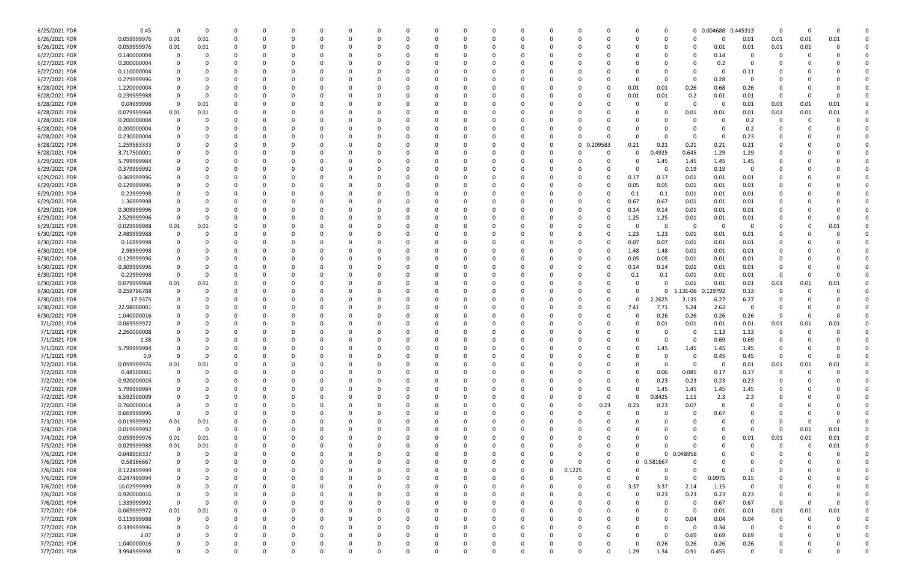| 6/25/2021 PDR | 0.45 | 0 | 0 | 0 | 0 | 0 | 0 | 0 | 0 | 0 | 0 | 0 | 0 | 0 | 0 | 0 | 0 | 0 | 0 | 0 | 0.004688 | 0.445313 | 0 | 0 | 0 | 0 |
|---|---|---|---|---|---|---|---|---|---|---|---|---|---|---|---|---|---|---|---|---|---|---|---|---|---|---|
| 6/26/2021 PDR | 0.059999976 | 0.01 | 0.01 | 0 | 0 | 0 | 0 | 0 | 0 | 0 | 0 | 0 | 0 | 0 | 0 | 0 | 0 | 0 | 0 | 0 | 0 | 0.01 | 0.01 | 0.01 | 0.01 | 0 |
| 6/26/2021 PDR | 0.059999976 | 0.01 | 0.01 | 0 | 0 | 0 | 0 | 0 | 0 | 0 | 0 | 0 | 0 | 0 | 0 | 0 | 0 | 0 | 0 | 0 | 0.01 | 0.01 | 0.01 | 0.01 | 0 | 0 |
| 6/27/2021 PDR | 0.140000004 | 0 | 0 | 0 | 0 | 0 | 0 | 0 | 0 | 0 | 0 | 0 | 0 | 0 | 0 | 0 | 0 | 0 | 0 | 0 | 0.14 | 0 | 0 | 0 | 0 | 0 |
| 6/27/2021 PDR | 0.200000004 | 0 | 0 | 0 | 0 | 0 | 0 | 0 | 0 | 0 | 0 | 0 | 0 | 0 | 0 | 0 | 0 | 0 | 0 | 0 | 0.2 | 0 | 0 | 0 | 0 | 0 |
| 6/27/2021 PDR | 0.110000004 | 0 | 0 | 0 | 0 | 0 | 0 | 0 | 0 | 0 | 0 | 0 | 0 | 0 | 0 | 0 | 0 | 0 | 0 | 0 | 0 | 0.11 | 0 | 0 | 0 | 0 |
| 6/27/2021 PDR | 0.279999996 | 0 | 0 | 0 | 0 | 0 | 0 | 0 | 0 | 0 | 0 | 0 | 0 | 0 | 0 | 0 | 0 | 0 | 0 | 0 | 0.28 | 0 | 0 | 0 | 0 | 0 |
| 6/28/2021 PDR | 1.220000004 | 0 | 0 | 0 | 0 | 0 | 0 | 0 | 0 | 0 | 0 | 0 | 0 | 0 | 0 | 0 | 0 | 0.01 | 0.01 | 0.26 | 0.68 | 0.26 | 0 | 0 | 0 | 0 |
| 6/28/2021 PDR | 0.239999988 | 0 | 0 | 0 | 0 | 0 | 0 | 0 | 0 | 0 | 0 | 0 | 0 | 0 | 0 | 0 | 0 | 0.01 | 0.01 | 0.2 | 0.01 | 0.01 | 0 | 0 | 0 | 0 |
| 6/28/2021 PDR | 0.04999998 | 0 | 0.01 | 0 | 0 | 0 | 0 | 0 | 0 | 0 | 0 | 0 | 0 | 0 | 0 | 0 | 0 | 0 | 0 | 0 | 0 | 0.01 | 0.01 | 0.01 | 0.01 | 0 |
| 6/28/2021 PDR | 0.079999968 | 0.01 | 0.01 | 0 | 0 | 0 | 0 | 0 | 0 | 0 | 0 | 0 | 0 | 0 | 0 | 0 | 0 | 0 | 0 | 0.01 | 0.01 | 0.01 | 0.01 | 0.01 | 0.01 | 0 |
| 6/28/2021 PDR | 0.200000004 | 0 | 0 | 0 | 0 | 0 | 0 | 0 | 0 | 0 | 0 | 0 | 0 | 0 | 0 | 0 | 0 | 0 | 0 | 0 | 0 | 0.2 | 0 | 0 | 0 | 0 |
| 6/28/2021 PDR | 0.200000004 | 0 | 0 | 0 | 0 | 0 | 0 | 0 | 0 | 0 | 0 | 0 | 0 | 0 | 0 | 0 | 0 | 0 | 0 | 0 | 0 | 0.2 | 0 | 0 | 0 | 0 |
| 6/28/2021 PDR | 0.230000004 | 0 | 0 | 0 | 0 | 0 | 0 | 0 | 0 | 0 | 0 | 0 | 0 | 0 | 0 | 0 | 0 | 0 | 0 | 0 | 0 | 0.23 | 0 | 0 | 0 | 0 |
| 6/28/2021 PDR | 1.259583333 | 0 | 0 | 0 | 0 | 0 | 0 | 0 | 0 | 0 | 0 | 0 | 0 | 0 | 0 | 0 | 0.209583 | 0.21 | 0.21 | 0.21 | 0.21 | 0.21 | 0 | 0 | 0 | 0 |
| 6/28/2021 PDR | 3.717500001 | 0 | 0 | 0 | 0 | 0 | 0 | 0 | 0 | 0 | 0 | 0 | 0 | 0 | 0 | 0 | 0 | 0 | 0.4925 | 0.645 | 1.29 | 1.29 | 0 | 0 | 0 | 0 |
| 6/29/2021 PDR | 5.799999984 | 0 | 0 | 0 | 0 | 0 | 0 | 0 | 0 | 0 | 0 | 0 | 0 | 0 | 0 | 0 | 0 | 0 | 1.45 | 1.45 | 1.45 | 1.45 | 0 | 0 | 0 | 0 |
| 6/29/2021 PDR | 0.379999992 | 0 | 0 | 0 | 0 | 0 | 0 | 0 | 0 | 0 | 0 | 0 | 0 | 0 | 0 | 0 | 0 | 0 | 0 | 0.19 | 0.19 | 0 | 0 | 0 | 0 | 0 |
| 6/29/2021 PDR | 0.369999996 | 0 | 0 | 0 | 0 | 0 | 0 | 0 | 0 | 0 | 0 | 0 | 0 | 0 | 0 | 0 | 0 | 0.17 | 0.17 | 0.01 | 0.01 | 0.01 | 0 | 0 | 0 | 0 |
| 6/29/2021 PDR | 0.129999996 | 0 | 0 | 0 | 0 | 0 | 0 | 0 | 0 | 0 | 0 | 0 | 0 | 0 | 0 | 0 | 0 | 0.05 | 0.05 | 0.01 | 0.01 | 0.01 | 0 | 0 | 0 | 0 |
| 6/29/2021 PDR | 0.22999998 | 0 | 0 | 0 | 0 | 0 | 0 | 0 | 0 | 0 | 0 | 0 | 0 | 0 | 0 | 0 | 0 | 0.1 | 0.1 | 0.01 | 0.01 | 0.01 | 0 | 0 | 0 | 0 |
| 6/29/2021 PDR | 1.36999998 | 0 | 0 | 0 | 0 | 0 | 0 | 0 | 0 | 0 | 0 | 0 | 0 | 0 | 0 | 0 | 0 | 0.67 | 0.67 | 0.01 | 0.01 | 0.01 | 0 | 0 | 0 | 0 |
| 6/29/2021 PDR | 0.309999996 | 0 | 0 | 0 | 0 | 0 | 0 | 0 | 0 | 0 | 0 | 0 | 0 | 0 | 0 | 0 | 0 | 0.14 | 0.14 | 0.01 | 0.01 | 0.01 | 0 | 0 | 0 | 0 |
| 6/29/2021 PDR | 2.529999996 | 0 | 0 | 0 | 0 | 0 | 0 | 0 | 0 | 0 | 0 | 0 | 0 | 0 | 0 | 0 | 0 | 1.25 | 1.25 | 0.01 | 0.01 | 0.01 | 0 | 0 | 0 | 0 |
| 6/29/2021 PDR | 0.029999988 | 0.01 | 0.01 | 0 | 0 | 0 | 0 | 0 | 0 | 0 | 0 | 0 | 0 | 0 | 0 | 0 | 0 | 0 | 0 | 0 | 0 | 0 | 0 | 0 | 0.01 | 0 |
| 6/30/2021 PDR | 2.489999988 | 0 | 0 | 0 | 0 | 0 | 0 | 0 | 0 | 0 | 0 | 0 | 0 | 0 | 0 | 0 | 0 | 1.23 | 1.23 | 0.01 | 0.01 | 0.01 | 0 | 0 | 0 | 0 |
| 6/30/2021 PDR | 0.16999998 | 0 | 0 | 0 | 0 | 0 | 0 | 0 | 0 | 0 | 0 | 0 | 0 | 0 | 0 | 0 | 0 | 0.07 | 0.07 | 0.01 | 0.01 | 0.01 | 0 | 0 | 0 | 0 |
| 6/30/2021 PDR | 2.98999998 | 0 | 0 | 0 | 0 | 0 | 0 | 0 | 0 | 0 | 0 | 0 | 0 | 0 | 0 | 0 | 0 | 1.48 | 1.48 | 0.01 | 0.01 | 0.01 | 0 | 0 | 0 | 0 |
| 6/30/2021 PDR | 0.129999996 | 0 | 0 | 0 | 0 | 0 | 0 | 0 | 0 | 0 | 0 | 0 | 0 | 0 | 0 | 0 | 0 | 0.05 | 0.05 | 0.01 | 0.01 | 0.01 | 0 | 0 | 0 | 0 |
| 6/30/2021 PDR | 0.309999996 | 0 | 0 | 0 | 0 | 0 | 0 | 0 | 0 | 0 | 0 | 0 | 0 | 0 | 0 | 0 | 0 | 0.14 | 0.14 | 0.01 | 0.01 | 0.01 | 0 | 0 | 0 | 0 |
| 6/30/2021 PDR | 0.22999998 | 0 | 0 | 0 | 0 | 0 | 0 | 0 | 0 | 0 | 0 | 0 | 0 | 0 | 0 | 0 | 0 | 0.1 | 0.1 | 0.01 | 0.01 | 0.01 | 0 | 0 | 0 | 0 |
| 6/30/2021 PDR | 0.079999968 | 0.01 | 0.01 | 0 | 0 | 0 | 0 | 0 | 0 | 0 | 0 | 0 | 0 | 0 | 0 | 0 | 0 | 0 | 0 | 0.01 | 0.01 | 0.01 | 0.01 | 0.01 | 0.01 | 0 |
| 6/30/2021 PDR | 0.259796788 | 0 | 0 | 0 | 0 | 0 | 0 | 0 | 0 | 0 | 0 | 0 | 0 | 0 | 0 | 0 | 0 | 0 | 0 | 5.13E-06 | 0.129792 | 0.13 | 0 | 0 | 0 | 0 |
| 6/30/2021 PDR | 17.9375 | 0 | 0 | 0 | 0 | 0 | 0 | 0 | 0 | 0 | 0 | 0 | 0 | 0 | 0 | 0 | 0 | 0 | 2.2625 | 3.135 | 6.27 | 6.27 | 0 | 0 | 0 | 0 |
| 6/30/2021 PDR | 22.98000001 | 0 | 0 | 0 | 0 | 0 | 0 | 0 | 0 | 0 | 0 | 0 | 0 | 0 | 0 | 0 | 0 | 7.41 | 7.71 | 5.24 | 2.62 | 0 | 0 | 0 | 0 | 0 |
| 6/30/2021 PDR | 1.040000016 | 0 | 0 | 0 | 0 | 0 | 0 | 0 | 0 | 0 | 0 | 0 | 0 | 0 | 0 | 0 | 0 | 0 | 0.26 | 0.26 | 0.26 | 0.26 | 0 | 0 | 0 | 0 |
| 7/1/2021 PDR | 0.069999972 | 0 | 0 | 0 | 0 | 0 | 0 | 0 | 0 | 0 | 0 | 0 | 0 | 0 | 0 | 0 | 0 | 0 | 0.01 | 0.01 | 0.01 | 0.01 | 0.01 | 0.01 | 0.01 | 0 |
| 7/1/2021 PDR | 2.260000008 | 0 | 0 | 0 | 0 | 0 | 0 | 0 | 0 | 0 | 0 | 0 | 0 | 0 | 0 | 0 | 0 | 0 | 0 | 0 | 1.13 | 1.13 | 0 | 0 | 0 | 0 |
| 7/1/2021 PDR | 1.38 | 0 | 0 | 0 | 0 | 0 | 0 | 0 | 0 | 0 | 0 | 0 | 0 | 0 | 0 | 0 | 0 | 0 | 0 | 0 | 0.69 | 0.69 | 0 | 0 | 0 | 0 |
| 7/1/2021 PDR | 5.799999984 | 0 | 0 | 0 | 0 | 0 | 0 | 0 | 0 | 0 | 0 | 0 | 0 | 0 | 0 | 0 | 0 | 0 | 1.45 | 1.45 | 1.45 | 1.45 | 0 | 0 | 0 | 0 |
| 7/1/2021 PDR | 0.9 | 0 | 0 | 0 | 0 | 0 | 0 | 0 | 0 | 0 | 0 | 0 | 0 | 0 | 0 | 0 | 0 | 0 | 0 | 0 | 0.45 | 0.45 | 0 | 0 | 0 | 0 |
| 7/2/2021 PDR | 0.059999976 | 0.01 | 0.01 | 0 | 0 | 0 | 0 | 0 | 0 | 0 | 0 | 0 | 0 | 0 | 0 | 0 | 0 | 0 | 0 | 0 | 0 | 0.01 | 0.01 | 0.01 | 0.01 | 0 |
| 7/2/2021 PDR | 0.48500001 | 0 | 0 | 0 | 0 | 0 | 0 | 0 | 0 | 0 | 0 | 0 | 0 | 0 | 0 | 0 | 0 | 0 | 0.06 | 0.085 | 0.17 | 0.17 | 0 | 0 | 0 | 0 |
| 7/2/2021 PDR | 0.920000016 | 0 | 0 | 0 | 0 | 0 | 0 | 0 | 0 | 0 | 0 | 0 | 0 | 0 | 0 | 0 | 0 | 0 | 0.23 | 0.23 | 0.23 | 0.23 | 0 | 0 | 0 | 0 |
| 7/2/2021 PDR | 5.799999984 | 0 | 0 | 0 | 0 | 0 | 0 | 0 | 0 | 0 | 0 | 0 | 0 | 0 | 0 | 0 | 0 | 0 | 1.45 | 1.45 | 1.45 | 1.45 | 0 | 0 | 0 | 0 |
| 7/2/2021 PDR | 6.592500009 | 0 | 0 | 0 | 0 | 0 | 0 | 0 | 0 | 0 | 0 | 0 | 0 | 0 | 0 | 0 | 0 | 0 | 0.8425 | 1.15 | 2.3 | 2.3 | 0 | 0 | 0 | 0 |
| 7/2/2021 PDR | 0.760000014 | 0 | 0 | 0 | 0 | 0 | 0 | 0 | 0 | 0 | 0 | 0 | 0 | 0 | 0 | 0 | 0.23 | 0.23 | 0.23 | 0.07 | 0 | 0 | 0 | 0 | 0 | 0 |
| 7/2/2021 PDR | 0.669999996 | 0 | 0 | 0 | 0 | 0 | 0 | 0 | 0 | 0 | 0 | 0 | 0 | 0 | 0 | 0 | 0 | 0 | 0 | 0 | 0.67 | 0 | 0 | 0 | 0 | 0 |
| 7/3/2021 PDR | 0.019999992 | 0.01 | 0.01 | 0 | 0 | 0 | 0 | 0 | 0 | 0 | 0 | 0 | 0 | 0 | 0 | 0 | 0 | 0 | 0 | 0 | 0 | 0 | 0 | 0 | 0 | 0 |
| 7/4/2021 PDR | 0.019999992 | 0 | 0 | 0 | 0 | 0 | 0 | 0 | 0 | 0 | 0 | 0 | 0 | 0 | 0 | 0 | 0 | 0 | 0 | 0 | 0 | 0 | 0 | 0.01 | 0.01 | 0 |
| 7/4/2021 PDR | 0.059999976 | 0.01 | 0.01 | 0 | 0 | 0 | 0 | 0 | 0 | 0 | 0 | 0 | 0 | 0 | 0 | 0 | 0 | 0 | 0 | 0 | 0 | 0.01 | 0.01 | 0.01 | 0.01 | 0 |
| 7/5/2021 PDR | 0.029999988 | 0.01 | 0.01 | 0 | 0 | 0 | 0 | 0 | 0 | 0 | 0 | 0 | 0 | 0 | 0 | 0 | 0 | 0 | 0 | 0 | 0 | 0 | 0 | 0 | 0.01 | 0 |
| 7/6/2021 PDR | 0.048958337 | 0 | 0 | 0 | 0 | 0 | 0 | 0 | 0 | 0 | 0 | 0 | 0 | 0 | 0 | 0 | 0 | 0 | 0 | 0.048958 | 0 | 0 | 0 | 0 | 0 | 0 |
| 7/6/2021 PDR | 0.58166667 | 0 | 0 | 0 | 0 | 0 | 0 | 0 | 0 | 0 | 0 | 0 | 0 | 0 | 0 | 0 | 0 | 0 | 0.581667 | 0 | 0 | 0 | 0 | 0 | 0 | 0 |
| 7/6/2021 PDR | 0.122499999 | 0 | 0 | 0 | 0 | 0 | 0 | 0 | 0 | 0 | 0 | 0 | 0 | 0 | 0 | 0.1225 | 0 | 0 | 0 | 0 | 0 | 0 | 0 | 0 | 0 | 0 |
| 7/6/2021 PDR | 0.247499994 | 0 | 0 | 0 | 0 | 0 | 0 | 0 | 0 | 0 | 0 | 0 | 0 | 0 | 0 | 0 | 0 | 0 | 0 | 0 | 0.0975 | 0.15 | 0 | 0 | 0 | 0 |
| 7/6/2021 PDR | 10.02999999 | 0 | 0 | 0 | 0 | 0 | 0 | 0 | 0 | 0 | 0 | 0 | 0 | 0 | 0 | 0 | 0 | 3.37 | 3.37 | 2.14 | 1.15 | 0 | 0 | 0 | 0 | 0 |
| 7/6/2021 PDR | 0.920000016 | 0 | 0 | 0 | 0 | 0 | 0 | 0 | 0 | 0 | 0 | 0 | 0 | 0 | 0 | 0 | 0 | 0 | 0.23 | 0.23 | 0.23 | 0.23 | 0 | 0 | 0 | 0 |
| 7/6/2021 PDR | 1.339999992 | 0 | 0 | 0 | 0 | 0 | 0 | 0 | 0 | 0 | 0 | 0 | 0 | 0 | 0 | 0 | 0 | 0 | 0 | 0 | 0.67 | 0.67 | 0 | 0 | 0 | 0 |
| 7/7/2021 PDR | 0.069999972 | 0.01 | 0.01 | 0 | 0 | 0 | 0 | 0 | 0 | 0 | 0 | 0 | 0 | 0 | 0 | 0 | 0 | 0 | 0 | 0 | 0 | 0.01 | 0.01 | 0.01 | 0.01 | 0 |
| 7/7/2021 PDR | 0.119999988 | 0 | 0 | 0 | 0 | 0 | 0 | 0 | 0 | 0 | 0 | 0 | 0 | 0 | 0 | 0 | 0 | 0 | 0 | 0.04 | 0.04 | 0.04 | 0 | 0 | 0 | 0 |
| 7/7/2021 PDR | 0.339999996 | 0 | 0 | 0 | 0 | 0 | 0 | 0 | 0 | 0 | 0 | 0 | 0 | 0 | 0 | 0 | 0 | 0 | 0 | 0 | 0.34 | 0 | 0 | 0 | 0 | 0 |
| 7/7/2021 PDR | 2.07 | 0 | 0 | 0 | 0 | 0 | 0 | 0 | 0 | 0 | 0 | 0 | 0 | 0 | 0 | 0 | 0 | 0 | 0 | 0.69 | 0.69 | 0.69 | 0 | 0 | 0 | 0 |
| 7/7/2021 PDR | 1.040000016 | 0 | 0 | 0 | 0 | 0 | 0 | 0 | 0 | 0 | 0 | 0 | 0 | 0 | 0 | 0 | 0 | 0 | 0.26 | 0.26 | 0.26 | 0.26 | 0 | 0 | 0 | 0 |
| 7/7/2021 PDR | 3.994999998 | 0 | 0 | 0 | 0 | 0 | 0 | 0 | 0 | 0 | 0 | 0 | 0 | 0 | 0 | 0 | 0 | 1.29 | 1.34 | 0.91 | 0.455 | 0 | 0 | 0 | 0 | 0 |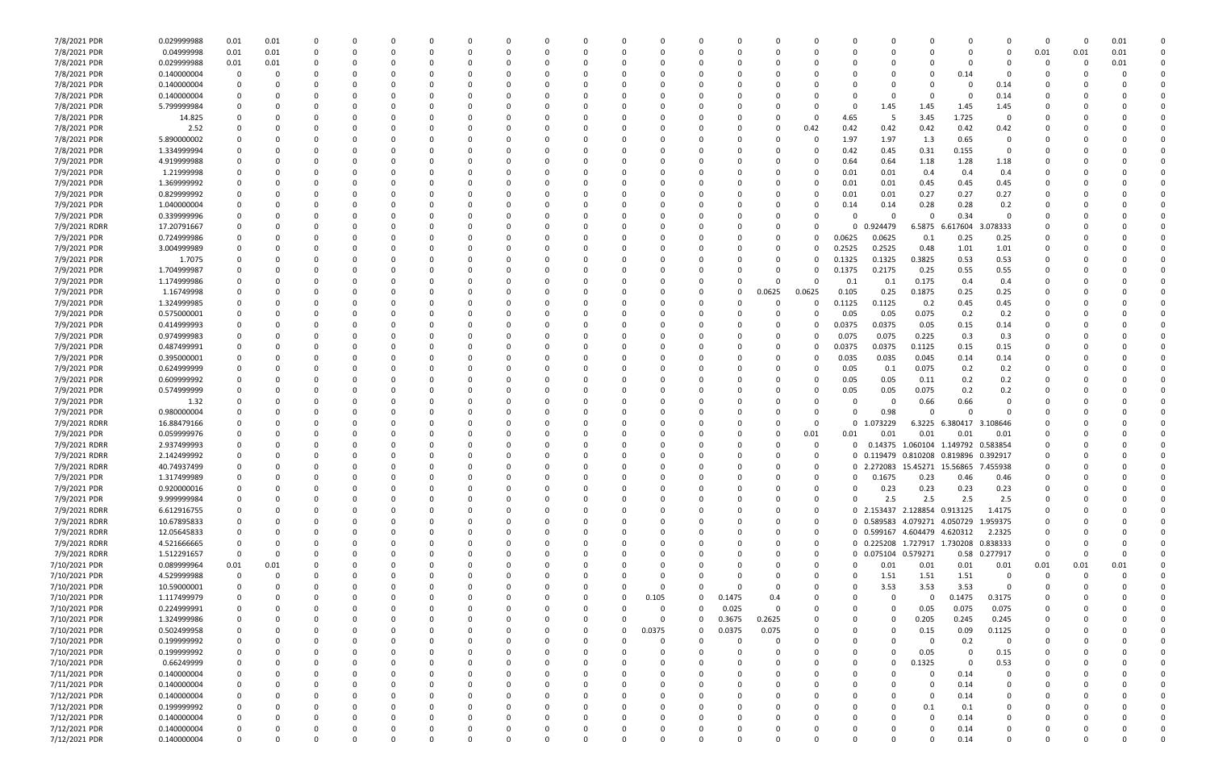| | | | | | | | | | | | | | | | | | | | | | | | | | | | |
|---|---|---|---|---|---|---|---|---|---|---|---|---|---|---|---|---|---|---|---|---|---|---|---|---|---|---|---|
| 7/8/2021 PDR | 0.029999988 | 0.01 | 0.01 | 0 | 0 | 0 | 0 | 0 | 0 | 0 | 0 | 0 | 0 | 0 | 0 | 0 | 0 | 0 | 0 | 0 | 0 | 0 | 0 | 0 | 0 | 0.01 | 0 |
| 7/8/2021 PDR | 0.04999998 | 0.01 | 0.01 | 0 | 0 | 0 | 0 | 0 | 0 | 0 | 0 | 0 | 0 | 0 | 0 | 0 | 0 | 0 | 0 | 0 | 0 | 0 | 0 | 0.01 | 0.01 | 0.01 | 0 |
| 7/8/2021 PDR | 0.029999988 | 0.01 | 0.01 | 0 | 0 | 0 | 0 | 0 | 0 | 0 | 0 | 0 | 0 | 0 | 0 | 0 | 0 | 0 | 0 | 0 | 0 | 0 | 0 | 0 | 0 | 0.01 | 0 |
| 7/8/2021 PDR | 0.140000004 | 0 | 0 | 0 | 0 | 0 | 0 | 0 | 0 | 0 | 0 | 0 | 0 | 0 | 0 | 0 | 0 | 0 | 0 | 0 | 0 | 0.14 | 0 | 0 | 0 | 0 | 0 |
| 7/8/2021 PDR | 0.140000004 | 0 | 0 | 0 | 0 | 0 | 0 | 0 | 0 | 0 | 0 | 0 | 0 | 0 | 0 | 0 | 0 | 0 | 0 | 0 | 0 | 0 | 0.14 | 0 | 0 | 0 | 0 |
| 7/8/2021 PDR | 0.140000004 | 0 | 0 | 0 | 0 | 0 | 0 | 0 | 0 | 0 | 0 | 0 | 0 | 0 | 0 | 0 | 0 | 0 | 0 | 0 | 0 | 0 | 0.14 | 0 | 0 | 0 | 0 |
| 7/8/2021 PDR | 5.799999984 | 0 | 0 | 0 | 0 | 0 | 0 | 0 | 0 | 0 | 0 | 0 | 0 | 0 | 0 | 0 | 0 | 0 | 0 | 1.45 | 1.45 | 1.45 | 1.45 | 0 | 0 | 0 | 0 |
| 7/8/2021 PDR | 14.825 | 0 | 0 | 0 | 0 | 0 | 0 | 0 | 0 | 0 | 0 | 0 | 0 | 0 | 0 | 0 | 0 | 0 | 4.65 | 5 | 3.45 | 1.725 | 0 | 0 | 0 | 0 | 0 |
| 7/8/2021 PDR | 2.52 | 0 | 0 | 0 | 0 | 0 | 0 | 0 | 0 | 0 | 0 | 0 | 0 | 0 | 0 | 0 | 0 | 0.42 | 0.42 | 0.42 | 0.42 | 0.42 | 0.42 | 0 | 0 | 0 | 0 |
| 7/8/2021 PDR | 5.890000002 | 0 | 0 | 0 | 0 | 0 | 0 | 0 | 0 | 0 | 0 | 0 | 0 | 0 | 0 | 0 | 0 | 0 | 1.97 | 1.97 | 1.3 | 0.65 | 0 | 0 | 0 | 0 | 0 |
| 7/8/2021 PDR | 1.334999994 | 0 | 0 | 0 | 0 | 0 | 0 | 0 | 0 | 0 | 0 | 0 | 0 | 0 | 0 | 0 | 0 | 0 | 0.42 | 0.45 | 0.31 | 0.155 | 0 | 0 | 0 | 0 | 0 |
| 7/9/2021 PDR | 4.919999988 | 0 | 0 | 0 | 0 | 0 | 0 | 0 | 0 | 0 | 0 | 0 | 0 | 0 | 0 | 0 | 0 | 0 | 0.64 | 0.64 | 1.18 | 1.28 | 1.18 | 0 | 0 | 0 | 0 |
| 7/9/2021 PDR | 1.21999998 | 0 | 0 | 0 | 0 | 0 | 0 | 0 | 0 | 0 | 0 | 0 | 0 | 0 | 0 | 0 | 0 | 0 | 0.01 | 0.01 | 0.4 | 0.4 | 0.4 | 0 | 0 | 0 | 0 |
| 7/9/2021 PDR | 1.369999992 | 0 | 0 | 0 | 0 | 0 | 0 | 0 | 0 | 0 | 0 | 0 | 0 | 0 | 0 | 0 | 0 | 0 | 0.01 | 0.01 | 0.45 | 0.45 | 0.45 | 0 | 0 | 0 | 0 |
| 7/9/2021 PDR | 0.829999992 | 0 | 0 | 0 | 0 | 0 | 0 | 0 | 0 | 0 | 0 | 0 | 0 | 0 | 0 | 0 | 0 | 0 | 0.01 | 0.01 | 0.27 | 0.27 | 0.27 | 0 | 0 | 0 | 0 |
| 7/9/2021 PDR | 1.040000004 | 0 | 0 | 0 | 0 | 0 | 0 | 0 | 0 | 0 | 0 | 0 | 0 | 0 | 0 | 0 | 0 | 0 | 0.14 | 0.14 | 0.28 | 0.28 | 0.2 | 0 | 0 | 0 | 0 |
| 7/9/2021 PDR | 0.339999996 | 0 | 0 | 0 | 0 | 0 | 0 | 0 | 0 | 0 | 0 | 0 | 0 | 0 | 0 | 0 | 0 | 0 | 0 | 0 | 0 | 0.34 | 0 | 0 | 0 | 0 | 0 |
| 7/9/2021 RDRR | 17.20791667 | 0 | 0 | 0 | 0 | 0 | 0 | 0 | 0 | 0 | 0 | 0 | 0 | 0 | 0 | 0 | 0 | 0 | 0 | 0.924479 | 6.5875 | 6.617604 | 3.078333 | 0 | 0 | 0 | 0 |
| 7/9/2021 PDR | 0.724999986 | 0 | 0 | 0 | 0 | 0 | 0 | 0 | 0 | 0 | 0 | 0 | 0 | 0 | 0 | 0 | 0 | 0 | 0.0625 | 0.0625 | 0.1 | 0.25 | 0.25 | 0 | 0 | 0 | 0 |
| 7/9/2021 PDR | 3.004999989 | 0 | 0 | 0 | 0 | 0 | 0 | 0 | 0 | 0 | 0 | 0 | 0 | 0 | 0 | 0 | 0 | 0 | 0.2525 | 0.2525 | 0.48 | 1.01 | 1.01 | 0 | 0 | 0 | 0 |
| 7/9/2021 PDR | 1.7075 | 0 | 0 | 0 | 0 | 0 | 0 | 0 | 0 | 0 | 0 | 0 | 0 | 0 | 0 | 0 | 0 | 0 | 0.1325 | 0.1325 | 0.3825 | 0.53 | 0.53 | 0 | 0 | 0 | 0 |
| 7/9/2021 PDR | 1.704999987 | 0 | 0 | 0 | 0 | 0 | 0 | 0 | 0 | 0 | 0 | 0 | 0 | 0 | 0 | 0 | 0 | 0 | 0.1375 | 0.2175 | 0.25 | 0.55 | 0.55 | 0 | 0 | 0 | 0 |
| 7/9/2021 PDR | 1.174999986 | 0 | 0 | 0 | 0 | 0 | 0 | 0 | 0 | 0 | 0 | 0 | 0 | 0 | 0 | 0 | 0 | 0 | 0.1 | 0.1 | 0.175 | 0.4 | 0.4 | 0 | 0 | 0 | 0 |
| 7/9/2021 PDR | 1.16749998 | 0 | 0 | 0 | 0 | 0 | 0 | 0 | 0 | 0 | 0 | 0 | 0 | 0 | 0 | 0 | 0.0625 | 0.0625 | 0.105 | 0.25 | 0.1875 | 0.25 | 0.25 | 0 | 0 | 0 | 0 |
| 7/9/2021 PDR | 1.324999985 | 0 | 0 | 0 | 0 | 0 | 0 | 0 | 0 | 0 | 0 | 0 | 0 | 0 | 0 | 0 | 0 | 0 | 0.1125 | 0.1125 | 0.2 | 0.45 | 0.45 | 0 | 0 | 0 | 0 |
| 7/9/2021 PDR | 0.575000001 | 0 | 0 | 0 | 0 | 0 | 0 | 0 | 0 | 0 | 0 | 0 | 0 | 0 | 0 | 0 | 0 | 0 | 0.05 | 0.05 | 0.075 | 0.2 | 0.2 | 0 | 0 | 0 | 0 |
| 7/9/2021 PDR | 0.414999993 | 0 | 0 | 0 | 0 | 0 | 0 | 0 | 0 | 0 | 0 | 0 | 0 | 0 | 0 | 0 | 0 | 0 | 0.0375 | 0.0375 | 0.05 | 0.15 | 0.14 | 0 | 0 | 0 | 0 |
| 7/9/2021 PDR | 0.974999983 | 0 | 0 | 0 | 0 | 0 | 0 | 0 | 0 | 0 | 0 | 0 | 0 | 0 | 0 | 0 | 0 | 0 | 0.075 | 0.075 | 0.225 | 0.3 | 0.3 | 0 | 0 | 0 | 0 |
| 7/9/2021 PDR | 0.487499991 | 0 | 0 | 0 | 0 | 0 | 0 | 0 | 0 | 0 | 0 | 0 | 0 | 0 | 0 | 0 | 0 | 0 | 0.0375 | 0.0375 | 0.1125 | 0.15 | 0.15 | 0 | 0 | 0 | 0 |
| 7/9/2021 PDR | 0.395000001 | 0 | 0 | 0 | 0 | 0 | 0 | 0 | 0 | 0 | 0 | 0 | 0 | 0 | 0 | 0 | 0 | 0 | 0.035 | 0.035 | 0.045 | 0.14 | 0.14 | 0 | 0 | 0 | 0 |
| 7/9/2021 PDR | 0.624999999 | 0 | 0 | 0 | 0 | 0 | 0 | 0 | 0 | 0 | 0 | 0 | 0 | 0 | 0 | 0 | 0 | 0 | 0.05 | 0.1 | 0.075 | 0.2 | 0.2 | 0 | 0 | 0 | 0 |
| 7/9/2021 PDR | 0.609999992 | 0 | 0 | 0 | 0 | 0 | 0 | 0 | 0 | 0 | 0 | 0 | 0 | 0 | 0 | 0 | 0 | 0 | 0.05 | 0.05 | 0.11 | 0.2 | 0.2 | 0 | 0 | 0 | 0 |
| 7/9/2021 PDR | 0.574999999 | 0 | 0 | 0 | 0 | 0 | 0 | 0 | 0 | 0 | 0 | 0 | 0 | 0 | 0 | 0 | 0 | 0 | 0.05 | 0.05 | 0.075 | 0.2 | 0.2 | 0 | 0 | 0 | 0 |
| 7/9/2021 PDR | 1.32 | 0 | 0 | 0 | 0 | 0 | 0 | 0 | 0 | 0 | 0 | 0 | 0 | 0 | 0 | 0 | 0 | 0 | 0 | 0 | 0.66 | 0.66 | 0 | 0 | 0 | 0 | 0 |
| 7/9/2021 PDR | 0.980000004 | 0 | 0 | 0 | 0 | 0 | 0 | 0 | 0 | 0 | 0 | 0 | 0 | 0 | 0 | 0 | 0 | 0 | 0 | 0.98 | 0 | 0 | 0 | 0 | 0 | 0 | 0 |
| 7/9/2021 RDRR | 16.88479166 | 0 | 0 | 0 | 0 | 0 | 0 | 0 | 0 | 0 | 0 | 0 | 0 | 0 | 0 | 0 | 0 | 0 | 0 | 1.073229 | 6.3225 | 6.380417 | 3.108646 | 0 | 0 | 0 | 0 |
| 7/9/2021 PDR | 0.059999976 | 0 | 0 | 0 | 0 | 0 | 0 | 0 | 0 | 0 | 0 | 0 | 0 | 0 | 0 | 0 | 0 | 0.01 | 0.01 | 0.01 | 0.01 | 0.01 | 0.01 | 0 | 0 | 0 | 0 |
| 7/9/2021 RDRR | 2.937499993 | 0 | 0 | 0 | 0 | 0 | 0 | 0 | 0 | 0 | 0 | 0 | 0 | 0 | 0 | 0 | 0 | 0 | 0 | 0.14375 | 1.060104 | 1.149792 | 0.583854 | 0 | 0 | 0 | 0 |
| 7/9/2021 RDRR | 2.142499992 | 0 | 0 | 0 | 0 | 0 | 0 | 0 | 0 | 0 | 0 | 0 | 0 | 0 | 0 | 0 | 0 | 0 | 0 | 0.119479 | 0.810208 | 0.819896 | 0.392917 | 0 | 0 | 0 | 0 |
| 7/9/2021 RDRR | 40.74937499 | 0 | 0 | 0 | 0 | 0 | 0 | 0 | 0 | 0 | 0 | 0 | 0 | 0 | 0 | 0 | 0 | 0 | 0 | 2.272083 | 15.45271 | 15.56865 | 7.455938 | 0 | 0 | 0 | 0 |
| 7/9/2021 PDR | 1.317499989 | 0 | 0 | 0 | 0 | 0 | 0 | 0 | 0 | 0 | 0 | 0 | 0 | 0 | 0 | 0 | 0 | 0 | 0 | 0.1675 | 0.23 | 0.46 | 0.46 | 0 | 0 | 0 | 0 |
| 7/9/2021 PDR | 0.920000016 | 0 | 0 | 0 | 0 | 0 | 0 | 0 | 0 | 0 | 0 | 0 | 0 | 0 | 0 | 0 | 0 | 0 | 0 | 0.23 | 0.23 | 0.23 | 0.23 | 0 | 0 | 0 | 0 |
| 7/9/2021 PDR | 9.999999984 | 0 | 0 | 0 | 0 | 0 | 0 | 0 | 0 | 0 | 0 | 0 | 0 | 0 | 0 | 0 | 0 | 0 | 0 | 2.5 | 2.5 | 2.5 | 2.5 | 0 | 0 | 0 | 0 |
| 7/9/2021 RDRR | 6.612916755 | 0 | 0 | 0 | 0 | 0 | 0 | 0 | 0 | 0 | 0 | 0 | 0 | 0 | 0 | 0 | 0 | 0 | 0 | 2.153437 | 2.128854 | 0.913125 | 1.4175 | 0 | 0 | 0 | 0 |
| 7/9/2021 RDRR | 10.67895833 | 0 | 0 | 0 | 0 | 0 | 0 | 0 | 0 | 0 | 0 | 0 | 0 | 0 | 0 | 0 | 0 | 0 | 0 | 0.589583 | 4.079271 | 4.050729 | 1.959375 | 0 | 0 | 0 | 0 |
| 7/9/2021 RDRR | 12.05645833 | 0 | 0 | 0 | 0 | 0 | 0 | 0 | 0 | 0 | 0 | 0 | 0 | 0 | 0 | 0 | 0 | 0 | 0 | 0.599167 | 4.604479 | 4.620312 | 2.2325 | 0 | 0 | 0 | 0 |
| 7/9/2021 RDRR | 4.521666665 | 0 | 0 | 0 | 0 | 0 | 0 | 0 | 0 | 0 | 0 | 0 | 0 | 0 | 0 | 0 | 0 | 0 | 0 | 0.225208 | 1.727917 | 1.730208 | 0.838333 | 0 | 0 | 0 | 0 |
| 7/9/2021 RDRR | 1.512291657 | 0 | 0 | 0 | 0 | 0 | 0 | 0 | 0 | 0 | 0 | 0 | 0 | 0 | 0 | 0 | 0 | 0 | 0 | 0.075104 | 0.579271 | 0.58 | 0.277917 | 0 | 0 | 0 | 0 |
| 7/10/2021 PDR | 0.089999964 | 0.01 | 0.01 | 0 | 0 | 0 | 0 | 0 | 0 | 0 | 0 | 0 | 0 | 0 | 0 | 0 | 0 | 0 | 0 | 0.01 | 0.01 | 0.01 | 0.01 | 0.01 | 0.01 | 0.01 | 0 |
| 7/10/2021 PDR | 4.529999988 | 0 | 0 | 0 | 0 | 0 | 0 | 0 | 0 | 0 | 0 | 0 | 0 | 0 | 0 | 0 | 0 | 0 | 0 | 1.51 | 1.51 | 1.51 | 0 | 0 | 0 | 0 | 0 |
| 7/10/2021 PDR | 10.59000001 | 0 | 0 | 0 | 0 | 0 | 0 | 0 | 0 | 0 | 0 | 0 | 0 | 0 | 0 | 0 | 0 | 0 | 0 | 3.53 | 3.53 | 3.53 | 0 | 0 | 0 | 0 | 0 |
| 7/10/2021 PDR | 1.117499979 | 0 | 0 | 0 | 0 | 0 | 0 | 0 | 0 | 0 | 0 | 0 | 0 | 0.105 | 0 | 0.1475 | 0.4 | 0 | 0 | 0 | 0 | 0.1475 | 0.3175 | 0 | 0 | 0 | 0 |
| 7/10/2021 PDR | 0.224999991 | 0 | 0 | 0 | 0 | 0 | 0 | 0 | 0 | 0 | 0 | 0 | 0 | 0 | 0 | 0.025 | 0 | 0 | 0 | 0 | 0.05 | 0.075 | 0.075 | 0 | 0 | 0 | 0 |
| 7/10/2021 PDR | 1.324999986 | 0 | 0 | 0 | 0 | 0 | 0 | 0 | 0 | 0 | 0 | 0 | 0 | 0 | 0 | 0.3675 | 0.2625 | 0 | 0 | 0 | 0.205 | 0.245 | 0.245 | 0 | 0 | 0 | 0 |
| 7/10/2021 PDR | 0.502499958 | 0 | 0 | 0 | 0 | 0 | 0 | 0 | 0 | 0 | 0 | 0 | 0 | 0.0375 | 0 | 0.0375 | 0.075 | 0 | 0 | 0 | 0.15 | 0.09 | 0.1125 | 0 | 0 | 0 | 0 |
| 7/10/2021 PDR | 0.199999992 | 0 | 0 | 0 | 0 | 0 | 0 | 0 | 0 | 0 | 0 | 0 | 0 | 0 | 0 | 0 | 0 | 0 | 0 | 0 | 0 | 0.2 | 0 | 0 | 0 | 0 | 0 |
| 7/10/2021 PDR | 0.199999992 | 0 | 0 | 0 | 0 | 0 | 0 | 0 | 0 | 0 | 0 | 0 | 0 | 0 | 0 | 0 | 0 | 0 | 0 | 0 | 0.05 | 0 | 0.15 | 0 | 0 | 0 | 0 |
| 7/10/2021 PDR | 0.66249999 | 0 | 0 | 0 | 0 | 0 | 0 | 0 | 0 | 0 | 0 | 0 | 0 | 0 | 0 | 0 | 0 | 0 | 0 | 0 | 0.1325 | 0 | 0.53 | 0 | 0 | 0 | 0 |
| 7/11/2021 PDR | 0.140000004 | 0 | 0 | 0 | 0 | 0 | 0 | 0 | 0 | 0 | 0 | 0 | 0 | 0 | 0 | 0 | 0 | 0 | 0 | 0 | 0 | 0.14 | 0 | 0 | 0 | 0 | 0 |
| 7/11/2021 PDR | 0.140000004 | 0 | 0 | 0 | 0 | 0 | 0 | 0 | 0 | 0 | 0 | 0 | 0 | 0 | 0 | 0 | 0 | 0 | 0 | 0 | 0 | 0.14 | 0 | 0 | 0 | 0 | 0 |
| 7/12/2021 PDR | 0.140000004 | 0 | 0 | 0 | 0 | 0 | 0 | 0 | 0 | 0 | 0 | 0 | 0 | 0 | 0 | 0 | 0 | 0 | 0 | 0 | 0 | 0.14 | 0 | 0 | 0 | 0 | 0 |
| 7/12/2021 PDR | 0.199999992 | 0 | 0 | 0 | 0 | 0 | 0 | 0 | 0 | 0 | 0 | 0 | 0 | 0 | 0 | 0 | 0 | 0 | 0 | 0 | 0.1 | 0.1 | 0 | 0 | 0 | 0 | 0 |
| 7/12/2021 PDR | 0.140000004 | 0 | 0 | 0 | 0 | 0 | 0 | 0 | 0 | 0 | 0 | 0 | 0 | 0 | 0 | 0 | 0 | 0 | 0 | 0 | 0 | 0.14 | 0 | 0 | 0 | 0 | 0 |
| 7/12/2021 PDR | 0.140000004 | 0 | 0 | 0 | 0 | 0 | 0 | 0 | 0 | 0 | 0 | 0 | 0 | 0 | 0 | 0 | 0 | 0 | 0 | 0 | 0 | 0.14 | 0 | 0 | 0 | 0 | 0 |
| 7/12/2021 PDR | 0.140000004 | 0 | 0 | 0 | 0 | 0 | 0 | 0 | 0 | 0 | 0 | 0 | 0 | 0 | 0 | 0 | 0 | 0 | 0 | 0 | 0 | 0.14 | 0 | 0 | 0 | 0 | 0 |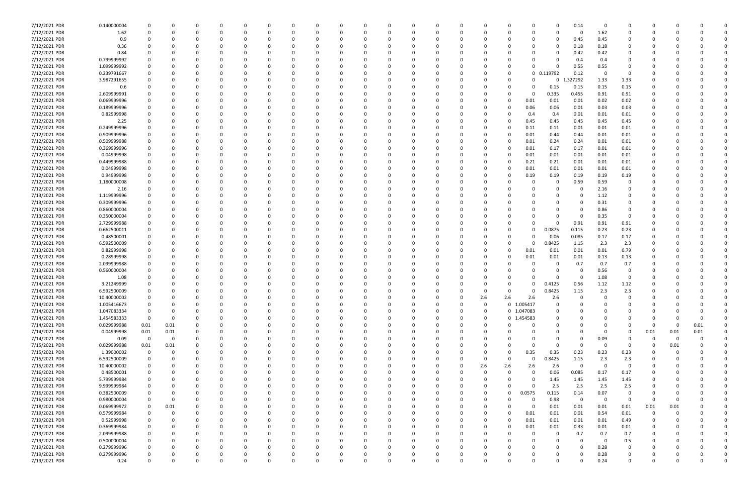| | | | | | | | | | | | | | | | | | | | | | | | | | | |
|---|---|---|---|---|---|---|---|---|---|---|---|---|---|---|---|---|---|---|---|---|---|---|---|---|---|---|
| 7/12/2021 PDR | 0.140000004 | 0 | 0 | 0 | 0 | 0 | 0 | 0 | 0 | 0 | 0 | 0 | 0 | 0 | 0 | 0 | 0 | 0 | 0 | 0.14 | 0 | 0 | 0 | 0 | 0 | 0 |
| 7/12/2021 PDR | 1.62 | 0 | 0 | 0 | 0 | 0 | 0 | 0 | 0 | 0 | 0 | 0 | 0 | 0 | 0 | 0 | 0 | 0 | 0 | 0 | 1.62 | 0 | 0 | 0 | 0 | 0 |
| 7/12/2021 PDR | 0.9 | 0 | 0 | 0 | 0 | 0 | 0 | 0 | 0 | 0 | 0 | 0 | 0 | 0 | 0 | 0 | 0 | 0 | 0 | 0.45 | 0.45 | 0 | 0 | 0 | 0 | 0 |
| 7/12/2021 PDR | 0.36 | 0 | 0 | 0 | 0 | 0 | 0 | 0 | 0 | 0 | 0 | 0 | 0 | 0 | 0 | 0 | 0 | 0 | 0 | 0.18 | 0.18 | 0 | 0 | 0 | 0 | 0 |
| 7/12/2021 PDR | 0.84 | 0 | 0 | 0 | 0 | 0 | 0 | 0 | 0 | 0 | 0 | 0 | 0 | 0 | 0 | 0 | 0 | 0 | 0 | 0.42 | 0.42 | 0 | 0 | 0 | 0 | 0 |
| 7/12/2021 PDR | 0.799999992 | 0 | 0 | 0 | 0 | 0 | 0 | 0 | 0 | 0 | 0 | 0 | 0 | 0 | 0 | 0 | 0 | 0 | 0 | 0.4 | 0.4 | 0 | 0 | 0 | 0 | 0 |
| 7/12/2021 PDR | 1.099999992 | 0 | 0 | 0 | 0 | 0 | 0 | 0 | 0 | 0 | 0 | 0 | 0 | 0 | 0 | 0 | 0 | 0 | 0 | 0.55 | 0.55 | 0 | 0 | 0 | 0 | 0 |
| 7/12/2021 PDR | 0.239791667 | 0 | 0 | 0 | 0 | 0 | 0 | 0 | 0 | 0 | 0 | 0 | 0 | 0 | 0 | 0 | 0 | 0 | 0.119792 | 0.12 | 0 | 0 | 0 | 0 | 0 | 0 |
| 7/12/2021 PDR | 3.987291655 | 0 | 0 | 0 | 0 | 0 | 0 | 0 | 0 | 0 | 0 | 0 | 0 | 0 | 0 | 0 | 0 | 0 | 0 | 1.327292 | 1.33 | 1.33 | 0 | 0 | 0 | 0 |
| 7/12/2021 PDR | 0.6 | 0 | 0 | 0 | 0 | 0 | 0 | 0 | 0 | 0 | 0 | 0 | 0 | 0 | 0 | 0 | 0 | 0 | 0.15 | 0.15 | 0.15 | 0.15 | 0 | 0 | 0 | 0 |
| 7/12/2021 PDR | 2.609999991 | 0 | 0 | 0 | 0 | 0 | 0 | 0 | 0 | 0 | 0 | 0 | 0 | 0 | 0 | 0 | 0 | 0 | 0.335 | 0.455 | 0.91 | 0.91 | 0 | 0 | 0 | 0 |
| 7/12/2021 PDR | 0.069999996 | 0 | 0 | 0 | 0 | 0 | 0 | 0 | 0 | 0 | 0 | 0 | 0 | 0 | 0 | 0 | 0 | 0.01 | 0.01 | 0.01 | 0.02 | 0.02 | 0 | 0 | 0 | 0 |
| 7/12/2021 PDR | 0.189999996 | 0 | 0 | 0 | 0 | 0 | 0 | 0 | 0 | 0 | 0 | 0 | 0 | 0 | 0 | 0 | 0 | 0.06 | 0.06 | 0.01 | 0.03 | 0.03 | 0 | 0 | 0 | 0 |
| 7/12/2021 PDR | 0.82999998 | 0 | 0 | 0 | 0 | 0 | 0 | 0 | 0 | 0 | 0 | 0 | 0 | 0 | 0 | 0 | 0 | 0.4 | 0.4 | 0.01 | 0.01 | 0.01 | 0 | 0 | 0 | 0 |
| 7/12/2021 PDR | 2.25 | 0 | 0 | 0 | 0 | 0 | 0 | 0 | 0 | 0 | 0 | 0 | 0 | 0 | 0 | 0 | 0 | 0.45 | 0.45 | 0.45 | 0.45 | 0.45 | 0 | 0 | 0 | 0 |
| 7/12/2021 PDR | 0.249999996 | 0 | 0 | 0 | 0 | 0 | 0 | 0 | 0 | 0 | 0 | 0 | 0 | 0 | 0 | 0 | 0 | 0.11 | 0.11 | 0.01 | 0.01 | 0.01 | 0 | 0 | 0 | 0 |
| 7/12/2021 PDR | 0.909999996 | 0 | 0 | 0 | 0 | 0 | 0 | 0 | 0 | 0 | 0 | 0 | 0 | 0 | 0 | 0 | 0 | 0.01 | 0.44 | 0.44 | 0.01 | 0.01 | 0 | 0 | 0 | 0 |
| 7/12/2021 PDR | 0.509999988 | 0 | 0 | 0 | 0 | 0 | 0 | 0 | 0 | 0 | 0 | 0 | 0 | 0 | 0 | 0 | 0 | 0.01 | 0.24 | 0.24 | 0.01 | 0.01 | 0 | 0 | 0 | 0 |
| 7/12/2021 PDR | 0.369999996 | 0 | 0 | 0 | 0 | 0 | 0 | 0 | 0 | 0 | 0 | 0 | 0 | 0 | 0 | 0 | 0 | 0.01 | 0.17 | 0.17 | 0.01 | 0.01 | 0 | 0 | 0 | 0 |
| 7/12/2021 PDR | 0.04999998 | 0 | 0 | 0 | 0 | 0 | 0 | 0 | 0 | 0 | 0 | 0 | 0 | 0 | 0 | 0 | 0 | 0.01 | 0.01 | 0.01 | 0.01 | 0.01 | 0 | 0 | 0 | 0 |
| 7/12/2021 PDR | 0.449999988 | 0 | 0 | 0 | 0 | 0 | 0 | 0 | 0 | 0 | 0 | 0 | 0 | 0 | 0 | 0 | 0 | 0.21 | 0.21 | 0.01 | 0.01 | 0.01 | 0 | 0 | 0 | 0 |
| 7/12/2021 PDR | 0.04999998 | 0 | 0 | 0 | 0 | 0 | 0 | 0 | 0 | 0 | 0 | 0 | 0 | 0 | 0 | 0 | 0 | 0.01 | 0.01 | 0.01 | 0.01 | 0.01 | 0 | 0 | 0 | 0 |
| 7/12/2021 PDR | 0.94999998 | 0 | 0 | 0 | 0 | 0 | 0 | 0 | 0 | 0 | 0 | 0 | 0 | 0 | 0 | 0 | 0 | 0.19 | 0.19 | 0.19 | 0.19 | 0.19 | 0 | 0 | 0 | 0 |
| 7/12/2021 PDR | 1.180000008 | 0 | 0 | 0 | 0 | 0 | 0 | 0 | 0 | 0 | 0 | 0 | 0 | 0 | 0 | 0 | 0 | 0 | 0 | 0.59 | 0.59 | 0 | 0 | 0 | 0 | 0 |
| 7/12/2021 PDR | 2.16 | 0 | 0 | 0 | 0 | 0 | 0 | 0 | 0 | 0 | 0 | 0 | 0 | 0 | 0 | 0 | 0 | 0 | 0 | 0 | 2.16 | 0 | 0 | 0 | 0 | 0 |
| 7/13/2021 PDR | 1.119999996 | 0 | 0 | 0 | 0 | 0 | 0 | 0 | 0 | 0 | 0 | 0 | 0 | 0 | 0 | 0 | 0 | 0 | 0 | 0 | 1.12 | 0 | 0 | 0 | 0 | 0 |
| 7/13/2021 PDR | 0.309999996 | 0 | 0 | 0 | 0 | 0 | 0 | 0 | 0 | 0 | 0 | 0 | 0 | 0 | 0 | 0 | 0 | 0 | 0 | 0 | 0.31 | 0 | 0 | 0 | 0 | 0 |
| 7/13/2021 PDR | 0.860000004 | 0 | 0 | 0 | 0 | 0 | 0 | 0 | 0 | 0 | 0 | 0 | 0 | 0 | 0 | 0 | 0 | 0 | 0 | 0 | 0.86 | 0 | 0 | 0 | 0 | 0 |
| 7/13/2021 PDR | 0.350000004 | 0 | 0 | 0 | 0 | 0 | 0 | 0 | 0 | 0 | 0 | 0 | 0 | 0 | 0 | 0 | 0 | 0 | 0 | 0 | 0.35 | 0 | 0 | 0 | 0 | 0 |
| 7/13/2021 PDR | 2.729999988 | 0 | 0 | 0 | 0 | 0 | 0 | 0 | 0 | 0 | 0 | 0 | 0 | 0 | 0 | 0 | 0 | 0 | 0 | 0.91 | 0.91 | 0.91 | 0 | 0 | 0 | 0 |
| 7/13/2021 PDR | 0.662500011 | 0 | 0 | 0 | 0 | 0 | 0 | 0 | 0 | 0 | 0 | 0 | 0 | 0 | 0 | 0 | 0 | 0 | 0.0875 | 0.115 | 0.23 | 0.23 | 0 | 0 | 0 | 0 |
| 7/13/2021 PDR | 0.48500001 | 0 | 0 | 0 | 0 | 0 | 0 | 0 | 0 | 0 | 0 | 0 | 0 | 0 | 0 | 0 | 0 | 0 | 0.06 | 0.085 | 0.17 | 0.17 | 0 | 0 | 0 | 0 |
| 7/13/2021 PDR | 6.592500009 | 0 | 0 | 0 | 0 | 0 | 0 | 0 | 0 | 0 | 0 | 0 | 0 | 0 | 0 | 0 | 0 | 0 | 0.8425 | 1.15 | 2.3 | 2.3 | 0 | 0 | 0 | 0 |
| 7/13/2021 PDR | 0.82999998 | 0 | 0 | 0 | 0 | 0 | 0 | 0 | 0 | 0 | 0 | 0 | 0 | 0 | 0 | 0 | 0 | 0.01 | 0.01 | 0.01 | 0.01 | 0.79 | 0 | 0 | 0 | 0 |
| 7/13/2021 PDR | 0.28999998 | 0 | 0 | 0 | 0 | 0 | 0 | 0 | 0 | 0 | 0 | 0 | 0 | 0 | 0 | 0 | 0 | 0.01 | 0.01 | 0.01 | 0.13 | 0.13 | 0 | 0 | 0 | 0 |
| 7/13/2021 PDR | 2.099999988 | 0 | 0 | 0 | 0 | 0 | 0 | 0 | 0 | 0 | 0 | 0 | 0 | 0 | 0 | 0 | 0 | 0 | 0 | 0.7 | 0.7 | 0.7 | 0 | 0 | 0 | 0 |
| 7/13/2021 PDR | 0.560000004 | 0 | 0 | 0 | 0 | 0 | 0 | 0 | 0 | 0 | 0 | 0 | 0 | 0 | 0 | 0 | 0 | 0 | 0 | 0 | 0.56 | 0 | 0 | 0 | 0 | 0 |
| 7/14/2021 PDR | 1.08 | 0 | 0 | 0 | 0 | 0 | 0 | 0 | 0 | 0 | 0 | 0 | 0 | 0 | 0 | 0 | 0 | 0 | 0 | 0 | 1.08 | 0 | 0 | 0 | 0 | 0 |
| 7/14/2021 PDR | 3.21249999 | 0 | 0 | 0 | 0 | 0 | 0 | 0 | 0 | 0 | 0 | 0 | 0 | 0 | 0 | 0 | 0 | 0 | 0.4125 | 0.56 | 1.12 | 1.12 | 0 | 0 | 0 | 0 |
| 7/14/2021 PDR | 6.592500009 | 0 | 0 | 0 | 0 | 0 | 0 | 0 | 0 | 0 | 0 | 0 | 0 | 0 | 0 | 0 | 0 | 0 | 0.8425 | 1.15 | 2.3 | 2.3 | 0 | 0 | 0 | 0 |
| 7/14/2021 PDR | 10.40000002 | 0 | 0 | 0 | 0 | 0 | 0 | 0 | 0 | 0 | 0 | 0 | 0 | 0 | 0 | 2.6 | 2.6 | 2.6 | 2.6 | 0 | 0 | 0 | 0 | 0 | 0 | 0 |
| 7/14/2021 PDR | 1.005416673 | 0 | 0 | 0 | 0 | 0 | 0 | 0 | 0 | 0 | 0 | 0 | 0 | 0 | 0 | 0 | 0 | 1.005417 | 0 | 0 | 0 | 0 | 0 | 0 | 0 | 0 |
| 7/14/2021 PDR | 1.047083334 | 0 | 0 | 0 | 0 | 0 | 0 | 0 | 0 | 0 | 0 | 0 | 0 | 0 | 0 | 0 | 0 | 1.047083 | 0 | 0 | 0 | 0 | 0 | 0 | 0 | 0 |
| 7/14/2021 PDR | 1.454583333 | 0 | 0 | 0 | 0 | 0 | 0 | 0 | 0 | 0 | 0 | 0 | 0 | 0 | 0 | 0 | 0 | 1.454583 | 0 | 0 | 0 | 0 | 0 | 0 | 0 | 0 |
| 7/14/2021 PDR | 0.029999988 | 0.01 | 0.01 | 0 | 0 | 0 | 0 | 0 | 0 | 0 | 0 | 0 | 0 | 0 | 0 | 0 | 0 | 0 | 0 | 0 | 0 | 0 | 0 | 0 | 0.01 | 0 |
| 7/14/2021 PDR | 0.04999998 | 0.01 | 0.01 | 0 | 0 | 0 | 0 | 0 | 0 | 0 | 0 | 0 | 0 | 0 | 0 | 0 | 0 | 0 | 0 | 0 | 0 | 0 | 0.01 | 0.01 | 0.01 | 0 |
| 7/14/2021 PDR | 0.09 | 0 | 0 | 0 | 0 | 0 | 0 | 0 | 0 | 0 | 0 | 0 | 0 | 0 | 0 | 0 | 0 | 0 | 0 | 0 | 0.09 | 0 | 0 | 0 | 0 | 0 |
| 7/15/2021 PDR | 0.029999988 | 0.01 | 0.01 | 0 | 0 | 0 | 0 | 0 | 0 | 0 | 0 | 0 | 0 | 0 | 0 | 0 | 0 | 0 | 0 | 0 | 0 | 0 | 0 | 0.01 | 0 | 0 |
| 7/15/2021 PDR | 1.39000002 | 0 | 0 | 0 | 0 | 0 | 0 | 0 | 0 | 0 | 0 | 0 | 0 | 0 | 0 | 0 | 0 | 0.35 | 0.35 | 0.23 | 0.23 | 0.23 | 0 | 0 | 0 | 0 |
| 7/15/2021 PDR | 6.592500009 | 0 | 0 | 0 | 0 | 0 | 0 | 0 | 0 | 0 | 0 | 0 | 0 | 0 | 0 | 0 | 0 | 0 | 0.8425 | 1.15 | 2.3 | 2.3 | 0 | 0 | 0 | 0 |
| 7/15/2021 PDR | 10.40000002 | 0 | 0 | 0 | 0 | 0 | 0 | 0 | 0 | 0 | 0 | 0 | 0 | 0 | 0 | 2.6 | 2.6 | 2.6 | 2.6 | 0 | 0 | 0 | 0 | 0 | 0 | 0 |
| 7/16/2021 PDR | 0.48500001 | 0 | 0 | 0 | 0 | 0 | 0 | 0 | 0 | 0 | 0 | 0 | 0 | 0 | 0 | 0 | 0 | 0 | 0.06 | 0.085 | 0.17 | 0.17 | 0 | 0 | 0 | 0 |
| 7/16/2021 PDR | 5.799999984 | 0 | 0 | 0 | 0 | 0 | 0 | 0 | 0 | 0 | 0 | 0 | 0 | 0 | 0 | 0 | 0 | 0 | 1.45 | 1.45 | 1.45 | 1.45 | 0 | 0 | 0 | 0 |
| 7/16/2021 PDR | 9.999999984 | 0 | 0 | 0 | 0 | 0 | 0 | 0 | 0 | 0 | 0 | 0 | 0 | 0 | 0 | 0 | 0 | 0 | 2.5 | 2.5 | 2.5 | 2.5 | 0 | 0 | 0 | 0 |
| 7/16/2021 PDR | 0.382500009 | 0 | 0 | 0 | 0 | 0 | 0 | 0 | 0 | 0 | 0 | 0 | 0 | 0 | 0 | 0 | 0 | 0.0575 | 0.115 | 0.14 | 0.07 | 0 | 0 | 0 | 0 | 0 |
| 7/16/2021 PDR | 0.980000004 | 0 | 0 | 0 | 0 | 0 | 0 | 0 | 0 | 0 | 0 | 0 | 0 | 0 | 0 | 0 | 0 | 0 | 0.98 | 0 | 0 | 0 | 0 | 0 | 0 | 0 |
| 7/18/2021 PDR | 0.069999972 | 0 | 0.01 | 0 | 0 | 0 | 0 | 0 | 0 | 0 | 0 | 0 | 0 | 0 | 0 | 0 | 0 | 0 | 0.01 | 0.01 | 0.01 | 0.01 | 0.01 | 0.01 | 0 | 0 |
| 7/19/2021 PDR | 0.579999984 | 0 | 0 | 0 | 0 | 0 | 0 | 0 | 0 | 0 | 0 | 0 | 0 | 0 | 0 | 0 | 0 | 0.01 | 0.01 | 0.01 | 0.54 | 0.01 | 0 | 0 | 0 | 0 |
| 7/19/2021 PDR | 0.52999998 | 0 | 0 | 0 | 0 | 0 | 0 | 0 | 0 | 0 | 0 | 0 | 0 | 0 | 0 | 0 | 0 | 0.01 | 0.01 | 0.01 | 0.01 | 0.49 | 0 | 0 | 0 | 0 |
| 7/19/2021 PDR | 0.369999984 | 0 | 0 | 0 | 0 | 0 | 0 | 0 | 0 | 0 | 0 | 0 | 0 | 0 | 0 | 0 | 0 | 0.01 | 0.01 | 0.33 | 0.01 | 0.01 | 0 | 0 | 0 | 0 |
| 7/19/2021 PDR | 2.099999988 | 0 | 0 | 0 | 0 | 0 | 0 | 0 | 0 | 0 | 0 | 0 | 0 | 0 | 0 | 0 | 0 | 0 | 0 | 0.7 | 0.7 | 0.7 | 0 | 0 | 0 | 0 |
| 7/19/2021 PDR | 0.500000004 | 0 | 0 | 0 | 0 | 0 | 0 | 0 | 0 | 0 | 0 | 0 | 0 | 0 | 0 | 0 | 0 | 0 | 0 | 0 | 0 | 0.5 | 0 | 0 | 0 | 0 |
| 7/19/2021 PDR | 0.279999996 | 0 | 0 | 0 | 0 | 0 | 0 | 0 | 0 | 0 | 0 | 0 | 0 | 0 | 0 | 0 | 0 | 0 | 0 | 0 | 0.28 | 0 | 0 | 0 | 0 | 0 |
| 7/19/2021 PDR | 0.279999996 | 0 | 0 | 0 | 0 | 0 | 0 | 0 | 0 | 0 | 0 | 0 | 0 | 0 | 0 | 0 | 0 | 0 | 0 | 0 | 0.28 | 0 | 0 | 0 | 0 | 0 |
| 7/19/2021 PDR | 0.24 | 0 | 0 | 0 | 0 | 0 | 0 | 0 | 0 | 0 | 0 | 0 | 0 | 0 | 0 | 0 | 0 | 0 | 0 | 0 | 0.24 | 0 | 0 | 0 | 0 | 0 |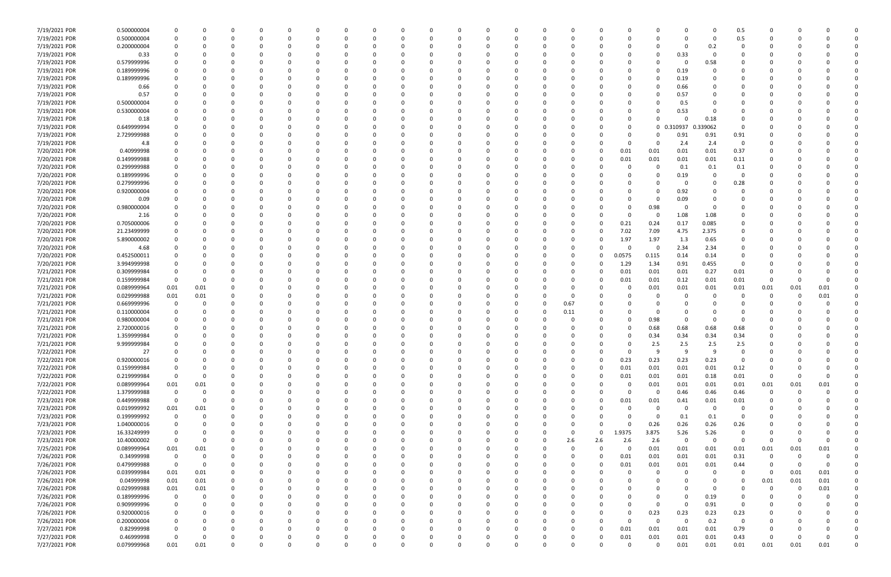| | | | | | | | | | | | | | | | | | | | | | | | | | | | |
|---|---|---|---|---|---|---|---|---|---|---|---|---|---|---|---|---|---|---|---|---|---|---|---|---|---|---|---|
| 7/19/2021 PDR | 0.500000004 | 0 | 0 | 0 | 0 | 0 | 0 | 0 | 0 | 0 | 0 | 0 | 0 | 0 | 0 | 0 | 0 | 0 | 0 | 0 | 0 | 0 | 0.5 | 0 | 0 | 0 | 0 |
| 7/19/2021 PDR | 0.500000004 | 0 | 0 | 0 | 0 | 0 | 0 | 0 | 0 | 0 | 0 | 0 | 0 | 0 | 0 | 0 | 0 | 0 | 0 | 0 | 0 | 0 | 0.5 | 0 | 0 | 0 | 0 |
| 7/19/2021 PDR | 0.200000004 | 0 | 0 | 0 | 0 | 0 | 0 | 0 | 0 | 0 | 0 | 0 | 0 | 0 | 0 | 0 | 0 | 0 | 0 | 0 | 0 | 0.2 | 0 | 0 | 0 | 0 | 0 |
| 7/19/2021 PDR | 0.33 | 0 | 0 | 0 | 0 | 0 | 0 | 0 | 0 | 0 | 0 | 0 | 0 | 0 | 0 | 0 | 0 | 0 | 0 | 0 | 0.33 | 0 | 0 | 0 | 0 | 0 | 0 |
| 7/19/2021 PDR | 0.579999996 | 0 | 0 | 0 | 0 | 0 | 0 | 0 | 0 | 0 | 0 | 0 | 0 | 0 | 0 | 0 | 0 | 0 | 0 | 0 | 0 | 0.58 | 0 | 0 | 0 | 0 | 0 |
| 7/19/2021 PDR | 0.189999996 | 0 | 0 | 0 | 0 | 0 | 0 | 0 | 0 | 0 | 0 | 0 | 0 | 0 | 0 | 0 | 0 | 0 | 0 | 0 | 0.19 | 0 | 0 | 0 | 0 | 0 | 0 |
| 7/19/2021 PDR | 0.189999996 | 0 | 0 | 0 | 0 | 0 | 0 | 0 | 0 | 0 | 0 | 0 | 0 | 0 | 0 | 0 | 0 | 0 | 0 | 0 | 0.19 | 0 | 0 | 0 | 0 | 0 | 0 |
| 7/19/2021 PDR | 0.66 | 0 | 0 | 0 | 0 | 0 | 0 | 0 | 0 | 0 | 0 | 0 | 0 | 0 | 0 | 0 | 0 | 0 | 0 | 0 | 0.66 | 0 | 0 | 0 | 0 | 0 | 0 |
| 7/19/2021 PDR | 0.57 | 0 | 0 | 0 | 0 | 0 | 0 | 0 | 0 | 0 | 0 | 0 | 0 | 0 | 0 | 0 | 0 | 0 | 0 | 0 | 0.57 | 0 | 0 | 0 | 0 | 0 | 0 |
| 7/19/2021 PDR | 0.500000004 | 0 | 0 | 0 | 0 | 0 | 0 | 0 | 0 | 0 | 0 | 0 | 0 | 0 | 0 | 0 | 0 | 0 | 0 | 0 | 0.5 | 0 | 0 | 0 | 0 | 0 | 0 |
| 7/19/2021 PDR | 0.530000004 | 0 | 0 | 0 | 0 | 0 | 0 | 0 | 0 | 0 | 0 | 0 | 0 | 0 | 0 | 0 | 0 | 0 | 0 | 0 | 0.53 | 0 | 0 | 0 | 0 | 0 | 0 |
| 7/19/2021 PDR | 0.18 | 0 | 0 | 0 | 0 | 0 | 0 | 0 | 0 | 0 | 0 | 0 | 0 | 0 | 0 | 0 | 0 | 0 | 0 | 0 | 0 | 0.18 | 0 | 0 | 0 | 0 | 0 |
| 7/19/2021 PDR | 0.649999994 | 0 | 0 | 0 | 0 | 0 | 0 | 0 | 0 | 0 | 0 | 0 | 0 | 0 | 0 | 0 | 0 | 0 | 0 | 0 | 0.310937 | 0.339062 | 0 | 0 | 0 | 0 | 0 |
| 7/19/2021 PDR | 2.729999988 | 0 | 0 | 0 | 0 | 0 | 0 | 0 | 0 | 0 | 0 | 0 | 0 | 0 | 0 | 0 | 0 | 0 | 0 | 0 | 0.91 | 0.91 | 0.91 | 0 | 0 | 0 | 0 |
| 7/19/2021 PDR | 4.8 | 0 | 0 | 0 | 0 | 0 | 0 | 0 | 0 | 0 | 0 | 0 | 0 | 0 | 0 | 0 | 0 | 0 | 0 | 0 | 2.4 | 2.4 | 0 | 0 | 0 | 0 | 0 |
| 7/20/2021 PDR | 0.40999998 | 0 | 0 | 0 | 0 | 0 | 0 | 0 | 0 | 0 | 0 | 0 | 0 | 0 | 0 | 0 | 0 | 0 | 0.01 | 0.01 | 0.01 | 0.01 | 0.37 | 0 | 0 | 0 | 0 |
| 7/20/2021 PDR | 0.149999988 | 0 | 0 | 0 | 0 | 0 | 0 | 0 | 0 | 0 | 0 | 0 | 0 | 0 | 0 | 0 | 0 | 0 | 0.01 | 0.01 | 0.01 | 0.01 | 0.11 | 0 | 0 | 0 | 0 |
| 7/20/2021 PDR | 0.299999988 | 0 | 0 | 0 | 0 | 0 | 0 | 0 | 0 | 0 | 0 | 0 | 0 | 0 | 0 | 0 | 0 | 0 | 0 | 0 | 0.1 | 0.1 | 0.1 | 0 | 0 | 0 | 0 |
| 7/20/2021 PDR | 0.189999996 | 0 | 0 | 0 | 0 | 0 | 0 | 0 | 0 | 0 | 0 | 0 | 0 | 0 | 0 | 0 | 0 | 0 | 0 | 0 | 0.19 | 0 | 0 | 0 | 0 | 0 | 0 |
| 7/20/2021 PDR | 0.279999996 | 0 | 0 | 0 | 0 | 0 | 0 | 0 | 0 | 0 | 0 | 0 | 0 | 0 | 0 | 0 | 0 | 0 | 0 | 0 | 0 | 0 | 0.28 | 0 | 0 | 0 | 0 |
| 7/20/2021 PDR | 0.920000004 | 0 | 0 | 0 | 0 | 0 | 0 | 0 | 0 | 0 | 0 | 0 | 0 | 0 | 0 | 0 | 0 | 0 | 0 | 0 | 0.92 | 0 | 0 | 0 | 0 | 0 | 0 |
| 7/20/2021 PDR | 0.09 | 0 | 0 | 0 | 0 | 0 | 0 | 0 | 0 | 0 | 0 | 0 | 0 | 0 | 0 | 0 | 0 | 0 | 0 | 0 | 0.09 | 0 | 0 | 0 | 0 | 0 | 0 |
| 7/20/2021 PDR | 0.980000004 | 0 | 0 | 0 | 0 | 0 | 0 | 0 | 0 | 0 | 0 | 0 | 0 | 0 | 0 | 0 | 0 | 0 | 0 | 0.98 | 0 | 0 | 0 | 0 | 0 | 0 | 0 |
| 7/20/2021 PDR | 2.16 | 0 | 0 | 0 | 0 | 0 | 0 | 0 | 0 | 0 | 0 | 0 | 0 | 0 | 0 | 0 | 0 | 0 | 0 | 0 | 1.08 | 1.08 | 0 | 0 | 0 | 0 | 0 |
| 7/20/2021 PDR | 0.705000006 | 0 | 0 | 0 | 0 | 0 | 0 | 0 | 0 | 0 | 0 | 0 | 0 | 0 | 0 | 0 | 0 | 0 | 0.21 | 0.24 | 0.17 | 0.085 | 0 | 0 | 0 | 0 | 0 |
| 7/20/2021 PDR | 21.23499999 | 0 | 0 | 0 | 0 | 0 | 0 | 0 | 0 | 0 | 0 | 0 | 0 | 0 | 0 | 0 | 0 | 0 | 7.02 | 7.09 | 4.75 | 2.375 | 0 | 0 | 0 | 0 | 0 |
| 7/20/2021 PDR | 5.890000002 | 0 | 0 | 0 | 0 | 0 | 0 | 0 | 0 | 0 | 0 | 0 | 0 | 0 | 0 | 0 | 0 | 0 | 1.97 | 1.97 | 1.3 | 0.65 | 0 | 0 | 0 | 0 | 0 |
| 7/20/2021 PDR | 4.68 | 0 | 0 | 0 | 0 | 0 | 0 | 0 | 0 | 0 | 0 | 0 | 0 | 0 | 0 | 0 | 0 | 0 | 0 | 0 | 2.34 | 2.34 | 0 | 0 | 0 | 0 | 0 |
| 7/20/2021 PDR | 0.452500011 | 0 | 0 | 0 | 0 | 0 | 0 | 0 | 0 | 0 | 0 | 0 | 0 | 0 | 0 | 0 | 0 | 0 | 0.0575 | 0.115 | 0.14 | 0.14 | 0 | 0 | 0 | 0 | 0 |
| 7/20/2021 PDR | 3.994999998 | 0 | 0 | 0 | 0 | 0 | 0 | 0 | 0 | 0 | 0 | 0 | 0 | 0 | 0 | 0 | 0 | 0 | 1.29 | 1.34 | 0.91 | 0.455 | 0 | 0 | 0 | 0 | 0 |
| 7/21/2021 PDR | 0.309999984 | 0 | 0 | 0 | 0 | 0 | 0 | 0 | 0 | 0 | 0 | 0 | 0 | 0 | 0 | 0 | 0 | 0 | 0.01 | 0.01 | 0.01 | 0.27 | 0.01 | 0 | 0 | 0 | 0 |
| 7/21/2021 PDR | 0.159999984 | 0 | 0 | 0 | 0 | 0 | 0 | 0 | 0 | 0 | 0 | 0 | 0 | 0 | 0 | 0 | 0 | 0 | 0.01 | 0.01 | 0.12 | 0.01 | 0.01 | 0 | 0 | 0 | 0 |
| 7/21/2021 PDR | 0.089999964 | 0.01 | 0.01 | 0 | 0 | 0 | 0 | 0 | 0 | 0 | 0 | 0 | 0 | 0 | 0 | 0 | 0 | 0 | 0 | 0.01 | 0.01 | 0.01 | 0.01 | 0.01 | 0.01 | 0.01 | 0 |
| 7/21/2021 PDR | 0.029999988 | 0.01 | 0.01 | 0 | 0 | 0 | 0 | 0 | 0 | 0 | 0 | 0 | 0 | 0 | 0 | 0 | 0 | 0 | 0 | 0 | 0 | 0 | 0 | 0 | 0 | 0.01 | 0 |
| 7/21/2021 PDR | 0.669999996 | 0 | 0 | 0 | 0 | 0 | 0 | 0 | 0 | 0 | 0 | 0 | 0 | 0 | 0 | 0 | 0.67 | 0 | 0 | 0 | 0 | 0 | 0 | 0 | 0 | 0 | 0 |
| 7/21/2021 PDR | 0.110000004 | 0 | 0 | 0 | 0 | 0 | 0 | 0 | 0 | 0 | 0 | 0 | 0 | 0 | 0 | 0 | 0.11 | 0 | 0 | 0 | 0 | 0 | 0 | 0 | 0 | 0 | 0 |
| 7/21/2021 PDR | 0.980000004 | 0 | 0 | 0 | 0 | 0 | 0 | 0 | 0 | 0 | 0 | 0 | 0 | 0 | 0 | 0 | 0 | 0 | 0 | 0.98 | 0 | 0 | 0 | 0 | 0 | 0 | 0 |
| 7/21/2021 PDR | 2.720000016 | 0 | 0 | 0 | 0 | 0 | 0 | 0 | 0 | 0 | 0 | 0 | 0 | 0 | 0 | 0 | 0 | 0 | 0 | 0.68 | 0.68 | 0.68 | 0.68 | 0 | 0 | 0 | 0 |
| 7/21/2021 PDR | 1.359999984 | 0 | 0 | 0 | 0 | 0 | 0 | 0 | 0 | 0 | 0 | 0 | 0 | 0 | 0 | 0 | 0 | 0 | 0 | 0.34 | 0.34 | 0.34 | 0.34 | 0 | 0 | 0 | 0 |
| 7/21/2021 PDR | 9.999999984 | 0 | 0 | 0 | 0 | 0 | 0 | 0 | 0 | 0 | 0 | 0 | 0 | 0 | 0 | 0 | 0 | 0 | 0 | 2.5 | 2.5 | 2.5 | 2.5 | 0 | 0 | 0 | 0 |
| 7/22/2021 PDR | 27 | 0 | 0 | 0 | 0 | 0 | 0 | 0 | 0 | 0 | 0 | 0 | 0 | 0 | 0 | 0 | 0 | 0 | 0 | 9 | 9 | 9 | 0 | 0 | 0 | 0 | 0 |
| 7/22/2021 PDR | 0.920000016 | 0 | 0 | 0 | 0 | 0 | 0 | 0 | 0 | 0 | 0 | 0 | 0 | 0 | 0 | 0 | 0 | 0 | 0.23 | 0.23 | 0.23 | 0.23 | 0 | 0 | 0 | 0 | 0 |
| 7/22/2021 PDR | 0.159999984 | 0 | 0 | 0 | 0 | 0 | 0 | 0 | 0 | 0 | 0 | 0 | 0 | 0 | 0 | 0 | 0 | 0 | 0.01 | 0.01 | 0.01 | 0.01 | 0.12 | 0 | 0 | 0 | 0 |
| 7/22/2021 PDR | 0.219999984 | 0 | 0 | 0 | 0 | 0 | 0 | 0 | 0 | 0 | 0 | 0 | 0 | 0 | 0 | 0 | 0 | 0 | 0.01 | 0.01 | 0.01 | 0.18 | 0.01 | 0 | 0 | 0 | 0 |
| 7/22/2021 PDR | 0.089999964 | 0.01 | 0.01 | 0 | 0 | 0 | 0 | 0 | 0 | 0 | 0 | 0 | 0 | 0 | 0 | 0 | 0 | 0 | 0 | 0.01 | 0.01 | 0.01 | 0.01 | 0.01 | 0.01 | 0.01 | 0 |
| 7/22/2021 PDR | 1.379999988 | 0 | 0 | 0 | 0 | 0 | 0 | 0 | 0 | 0 | 0 | 0 | 0 | 0 | 0 | 0 | 0 | 0 | 0 | 0 | 0.46 | 0.46 | 0.46 | 0 | 0 | 0 | 0 |
| 7/23/2021 PDR | 0.449999988 | 0 | 0 | 0 | 0 | 0 | 0 | 0 | 0 | 0 | 0 | 0 | 0 | 0 | 0 | 0 | 0 | 0 | 0.01 | 0.01 | 0.41 | 0.01 | 0.01 | 0 | 0 | 0 | 0 |
| 7/23/2021 PDR | 0.019999992 | 0.01 | 0.01 | 0 | 0 | 0 | 0 | 0 | 0 | 0 | 0 | 0 | 0 | 0 | 0 | 0 | 0 | 0 | 0 | 0 | 0 | 0 | 0 | 0 | 0 | 0 | 0 |
| 7/23/2021 PDR | 0.199999992 | 0 | 0 | 0 | 0 | 0 | 0 | 0 | 0 | 0 | 0 | 0 | 0 | 0 | 0 | 0 | 0 | 0 | 0 | 0 | 0.1 | 0.1 | 0 | 0 | 0 | 0 | 0 |
| 7/23/2021 PDR | 1.040000016 | 0 | 0 | 0 | 0 | 0 | 0 | 0 | 0 | 0 | 0 | 0 | 0 | 0 | 0 | 0 | 0 | 0 | 0 | 0.26 | 0.26 | 0.26 | 0.26 | 0 | 0 | 0 | 0 |
| 7/23/2021 PDR | 16.33249999 | 0 | 0 | 0 | 0 | 0 | 0 | 0 | 0 | 0 | 0 | 0 | 0 | 0 | 0 | 0 | 0 | 0 | 1.9375 | 3.875 | 5.26 | 5.26 | 0 | 0 | 0 | 0 | 0 |
| 7/23/2021 PDR | 10.40000002 | 0 | 0 | 0 | 0 | 0 | 0 | 0 | 0 | 0 | 0 | 0 | 0 | 0 | 0 | 0 | 2.6 | 2.6 | 2.6 | 0 | 0 | 0 | 0 | 0 | 0 | 0 | 0 |
| 7/25/2021 PDR | 0.089999964 | 0.01 | 0.01 | 0 | 0 | 0 | 0 | 0 | 0 | 0 | 0 | 0 | 0 | 0 | 0 | 0 | 0 | 0 | 0 | 0.01 | 0.01 | 0.01 | 0.01 | 0.01 | 0.01 | 0.01 | 0 |
| 7/26/2021 PDR | 0.34999998 | 0 | 0 | 0 | 0 | 0 | 0 | 0 | 0 | 0 | 0 | 0 | 0 | 0 | 0 | 0 | 0 | 0 | 0.01 | 0.01 | 0.01 | 0.01 | 0.31 | 0 | 0 | 0 | 0 |
| 7/26/2021 PDR | 0.479999988 | 0 | 0 | 0 | 0 | 0 | 0 | 0 | 0 | 0 | 0 | 0 | 0 | 0 | 0 | 0 | 0 | 0 | 0.01 | 0.01 | 0.01 | 0.01 | 0.44 | 0 | 0 | 0 | 0 |
| 7/26/2021 PDR | 0.039999984 | 0.01 | 0.01 | 0 | 0 | 0 | 0 | 0 | 0 | 0 | 0 | 0 | 0 | 0 | 0 | 0 | 0 | 0 | 0 | 0 | 0 | 0 | 0 | 0 | 0.01 | 0.01 | 0 |
| 7/26/2021 PDR | 0.04999998 | 0.01 | 0.01 | 0 | 0 | 0 | 0 | 0 | 0 | 0 | 0 | 0 | 0 | 0 | 0 | 0 | 0 | 0 | 0 | 0 | 0 | 0 | 0 | 0.01 | 0.01 | 0.01 | 0 |
| 7/26/2021 PDR | 0.029999988 | 0.01 | 0.01 | 0 | 0 | 0 | 0 | 0 | 0 | 0 | 0 | 0 | 0 | 0 | 0 | 0 | 0 | 0 | 0 | 0 | 0 | 0 | 0 | 0 | 0 | 0.01 | 0 |
| 7/26/2021 PDR | 0.189999996 | 0 | 0 | 0 | 0 | 0 | 0 | 0 | 0 | 0 | 0 | 0 | 0 | 0 | 0 | 0 | 0 | 0 | 0 | 0 | 0 | 0.19 | 0 | 0 | 0 | 0 | 0 |
| 7/26/2021 PDR | 0.909999996 | 0 | 0 | 0 | 0 | 0 | 0 | 0 | 0 | 0 | 0 | 0 | 0 | 0 | 0 | 0 | 0 | 0 | 0 | 0 | 0 | 0.91 | 0 | 0 | 0 | 0 | 0 |
| 7/26/2021 PDR | 0.920000016 | 0 | 0 | 0 | 0 | 0 | 0 | 0 | 0 | 0 | 0 | 0 | 0 | 0 | 0 | 0 | 0 | 0 | 0 | 0.23 | 0.23 | 0.23 | 0.23 | 0 | 0 | 0 | 0 |
| 7/26/2021 PDR | 0.200000004 | 0 | 0 | 0 | 0 | 0 | 0 | 0 | 0 | 0 | 0 | 0 | 0 | 0 | 0 | 0 | 0 | 0 | 0 | 0 | 0 | 0.2 | 0 | 0 | 0 | 0 | 0 |
| 7/27/2021 PDR | 0.82999998 | 0 | 0 | 0 | 0 | 0 | 0 | 0 | 0 | 0 | 0 | 0 | 0 | 0 | 0 | 0 | 0 | 0 | 0.01 | 0.01 | 0.01 | 0.01 | 0.79 | 0 | 0 | 0 | 0 |
| 7/27/2021 PDR | 0.46999998 | 0 | 0 | 0 | 0 | 0 | 0 | 0 | 0 | 0 | 0 | 0 | 0 | 0 | 0 | 0 | 0 | 0 | 0.01 | 0.01 | 0.01 | 0.01 | 0.43 | 0 | 0 | 0 | 0 |
| 7/27/2021 PDR | 0.079999968 | 0.01 | 0.01 | 0 | 0 | 0 | 0 | 0 | 0 | 0 | 0 | 0 | 0 | 0 | 0 | 0 | 0 | 0 | 0 | 0 | 0.01 | 0.01 | 0.01 | 0.01 | 0.01 | 0.01 | 0 |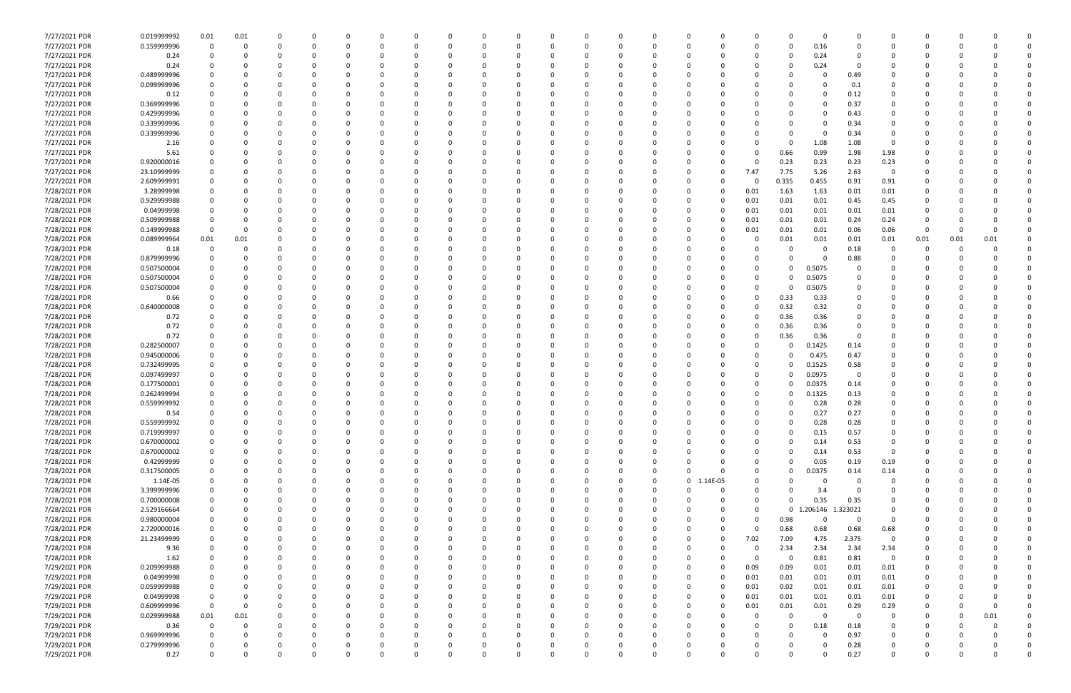| | | | | | | | | | | | | | | | | | | | | | | | | | | | | |
|---|---|---|---|---|---|---|---|---|---|---|---|---|---|---|---|---|---|---|---|---|---|---|---|---|---|---|---|---|
| 7/27/2021 PDR | 0.019999992 | 0.01 | 0.01 | 0 | 0 | 0 | 0 | 0 | 0 | 0 | 0 | 0 | 0 | 0 | 0 | 0 | 0 | 0 | 0 | 0 | 0 | 0 | 0 | 0 | 0 | 0 | 0 | 0 |
| 7/27/2021 PDR | 0.159999996 | 0 | 0 | 0 | 0 | 0 | 0 | 0 | 0 | 0 | 0 | 0 | 0 | 0 | 0 | 0 | 0 | 0 | 0.16 | 0 | 0 | 0 | 0 | 0 | 0 | 0 | 0 | 0 |
| 7/27/2021 PDR | 0.24 | 0 | 0 | 0 | 0 | 0 | 0 | 0 | 0 | 0 | 0 | 0 | 0 | 0 | 0 | 0 | 0 | 0 | 0.24 | 0 | 0 | 0 | 0 | 0 | 0 | 0 | 0 | 0 |
| 7/27/2021 PDR | 0.24 | 0 | 0 | 0 | 0 | 0 | 0 | 0 | 0 | 0 | 0 | 0 | 0 | 0 | 0 | 0 | 0 | 0 | 0.24 | 0 | 0 | 0 | 0 | 0 | 0 | 0 | 0 | 0 |
| 7/27/2021 PDR | 0.489999996 | 0 | 0 | 0 | 0 | 0 | 0 | 0 | 0 | 0 | 0 | 0 | 0 | 0 | 0 | 0 | 0 | 0 | 0 | 0.49 | 0 | 0 | 0 | 0 | 0 | 0 | 0 | 0 |
| 7/27/2021 PDR | 0.099999996 | 0 | 0 | 0 | 0 | 0 | 0 | 0 | 0 | 0 | 0 | 0 | 0 | 0 | 0 | 0 | 0 | 0 | 0 | 0.1 | 0 | 0 | 0 | 0 | 0 | 0 | 0 | 0 |
| 7/27/2021 PDR | 0.12 | 0 | 0 | 0 | 0 | 0 | 0 | 0 | 0 | 0 | 0 | 0 | 0 | 0 | 0 | 0 | 0 | 0 | 0 | 0.12 | 0 | 0 | 0 | 0 | 0 | 0 | 0 | 0 |
| 7/27/2021 PDR | 0.369999996 | 0 | 0 | 0 | 0 | 0 | 0 | 0 | 0 | 0 | 0 | 0 | 0 | 0 | 0 | 0 | 0 | 0 | 0 | 0.37 | 0 | 0 | 0 | 0 | 0 | 0 | 0 | 0 |
| 7/27/2021 PDR | 0.429999996 | 0 | 0 | 0 | 0 | 0 | 0 | 0 | 0 | 0 | 0 | 0 | 0 | 0 | 0 | 0 | 0 | 0 | 0 | 0.43 | 0 | 0 | 0 | 0 | 0 | 0 | 0 | 0 |
| 7/27/2021 PDR | 0.339999996 | 0 | 0 | 0 | 0 | 0 | 0 | 0 | 0 | 0 | 0 | 0 | 0 | 0 | 0 | 0 | 0 | 0 | 0 | 0.34 | 0 | 0 | 0 | 0 | 0 | 0 | 0 | 0 |
| 7/27/2021 PDR | 0.339999996 | 0 | 0 | 0 | 0 | 0 | 0 | 0 | 0 | 0 | 0 | 0 | 0 | 0 | 0 | 0 | 0 | 0 | 0 | 0.34 | 0 | 0 | 0 | 0 | 0 | 0 | 0 | 0 |
| 7/27/2021 PDR | 2.16 | 0 | 0 | 0 | 0 | 0 | 0 | 0 | 0 | 0 | 0 | 0 | 0 | 0 | 0 | 0 | 0 | 0 | 1.08 | 1.08 | 0 | 0 | 0 | 0 | 0 | 0 | 0 | 0 |
| 7/27/2021 PDR | 5.61 | 0 | 0 | 0 | 0 | 0 | 0 | 0 | 0 | 0 | 0 | 0 | 0 | 0 | 0 | 0 | 0 | 0.66 | 0.99 | 1.98 | 1.98 | 0 | 0 | 0 | 0 | 0 | 0 | 0 |
| 7/27/2021 PDR | 0.920000016 | 0 | 0 | 0 | 0 | 0 | 0 | 0 | 0 | 0 | 0 | 0 | 0 | 0 | 0 | 0 | 0 | 0.23 | 0.23 | 0.23 | 0.23 | 0 | 0 | 0 | 0 | 0 | 0 | 0 |
| 7/27/2021 PDR | 23.10999999 | 0 | 0 | 0 | 0 | 0 | 0 | 0 | 0 | 0 | 0 | 0 | 0 | 0 | 0 | 0 | 7.47 | 7.75 | 5.26 | 2.63 | 0 | 0 | 0 | 0 | 0 | 0 | 0 | 0 |
| 7/27/2021 PDR | 2.609999991 | 0 | 0 | 0 | 0 | 0 | 0 | 0 | 0 | 0 | 0 | 0 | 0 | 0 | 0 | 0 | 0 | 0.335 | 0.455 | 0.91 | 0.91 | 0 | 0 | 0 | 0 | 0 | 0 | 0 |
| 7/28/2021 PDR | 3.28999998 | 0 | 0 | 0 | 0 | 0 | 0 | 0 | 0 | 0 | 0 | 0 | 0 | 0 | 0 | 0 | 0.01 | 1.63 | 1.63 | 0.01 | 0.01 | 0 | 0 | 0 | 0 | 0 | 0 | 0 |
| 7/28/2021 PDR | 0.929999988 | 0 | 0 | 0 | 0 | 0 | 0 | 0 | 0 | 0 | 0 | 0 | 0 | 0 | 0 | 0 | 0.01 | 0.01 | 0.01 | 0.45 | 0.45 | 0 | 0 | 0 | 0 | 0 | 0 | 0 |
| 7/28/2021 PDR | 0.04999998 | 0 | 0 | 0 | 0 | 0 | 0 | 0 | 0 | 0 | 0 | 0 | 0 | 0 | 0 | 0 | 0.01 | 0.01 | 0.01 | 0.01 | 0.01 | 0 | 0 | 0 | 0 | 0 | 0 | 0 |
| 7/28/2021 PDR | 0.509999988 | 0 | 0 | 0 | 0 | 0 | 0 | 0 | 0 | 0 | 0 | 0 | 0 | 0 | 0 | 0 | 0.01 | 0.01 | 0.01 | 0.24 | 0.24 | 0 | 0 | 0 | 0 | 0 | 0 | 0 |
| 7/28/2021 PDR | 0.149999988 | 0 | 0 | 0 | 0 | 0 | 0 | 0 | 0 | 0 | 0 | 0 | 0 | 0 | 0 | 0 | 0.01 | 0.01 | 0.01 | 0.06 | 0.06 | 0 | 0 | 0 | 0 | 0 | 0 | 0 |
| 7/28/2021 PDR | 0.089999964 | 0.01 | 0.01 | 0 | 0 | 0 | 0 | 0 | 0 | 0 | 0 | 0 | 0 | 0 | 0 | 0 | 0 | 0.01 | 0.01 | 0.01 | 0.01 | 0 | 0 | 0 | 0.01 | 0.01 | 0.01 | 0 |
| 7/28/2021 PDR | 0.18 | 0 | 0 | 0 | 0 | 0 | 0 | 0 | 0 | 0 | 0 | 0 | 0 | 0 | 0 | 0 | 0 | 0 | 0 | 0.18 | 0 | 0 | 0 | 0 | 0 | 0 | 0 | 0 |
| 7/28/2021 PDR | 0.879999996 | 0 | 0 | 0 | 0 | 0 | 0 | 0 | 0 | 0 | 0 | 0 | 0 | 0 | 0 | 0 | 0 | 0 | 0 | 0.88 | 0 | 0 | 0 | 0 | 0 | 0 | 0 | 0 |
| 7/28/2021 PDR | 0.507500004 | 0 | 0 | 0 | 0 | 0 | 0 | 0 | 0 | 0 | 0 | 0 | 0 | 0 | 0 | 0 | 0 | 0 | 0.5075 | 0 | 0 | 0 | 0 | 0 | 0 | 0 | 0 | 0 |
| 7/28/2021 PDR | 0.507500004 | 0 | 0 | 0 | 0 | 0 | 0 | 0 | 0 | 0 | 0 | 0 | 0 | 0 | 0 | 0 | 0 | 0 | 0.5075 | 0 | 0 | 0 | 0 | 0 | 0 | 0 | 0 | 0 |
| 7/28/2021 PDR | 0.507500004 | 0 | 0 | 0 | 0 | 0 | 0 | 0 | 0 | 0 | 0 | 0 | 0 | 0 | 0 | 0 | 0 | 0 | 0.5075 | 0 | 0 | 0 | 0 | 0 | 0 | 0 | 0 | 0 |
| 7/28/2021 PDR | 0.66 | 0 | 0 | 0 | 0 | 0 | 0 | 0 | 0 | 0 | 0 | 0 | 0 | 0 | 0 | 0 | 0 | 0.33 | 0.33 | 0 | 0 | 0 | 0 | 0 | 0 | 0 | 0 | 0 |
| 7/28/2021 PDR | 0.640000008 | 0 | 0 | 0 | 0 | 0 | 0 | 0 | 0 | 0 | 0 | 0 | 0 | 0 | 0 | 0 | 0 | 0.32 | 0.32 | 0 | 0 | 0 | 0 | 0 | 0 | 0 | 0 | 0 |
| 7/28/2021 PDR | 0.72 | 0 | 0 | 0 | 0 | 0 | 0 | 0 | 0 | 0 | 0 | 0 | 0 | 0 | 0 | 0 | 0 | 0.36 | 0.36 | 0 | 0 | 0 | 0 | 0 | 0 | 0 | 0 | 0 |
| 7/28/2021 PDR | 0.72 | 0 | 0 | 0 | 0 | 0 | 0 | 0 | 0 | 0 | 0 | 0 | 0 | 0 | 0 | 0 | 0 | 0.36 | 0.36 | 0 | 0 | 0 | 0 | 0 | 0 | 0 | 0 | 0 |
| 7/28/2021 PDR | 0.72 | 0 | 0 | 0 | 0 | 0 | 0 | 0 | 0 | 0 | 0 | 0 | 0 | 0 | 0 | 0 | 0 | 0.36 | 0.36 | 0 | 0 | 0 | 0 | 0 | 0 | 0 | 0 | 0 |
| 7/28/2021 PDR | 0.282500007 | 0 | 0 | 0 | 0 | 0 | 0 | 0 | 0 | 0 | 0 | 0 | 0 | 0 | 0 | 0 | 0 | 0 | 0.1425 | 0.14 | 0 | 0 | 0 | 0 | 0 | 0 | 0 | 0 |
| 7/28/2021 PDR | 0.945000006 | 0 | 0 | 0 | 0 | 0 | 0 | 0 | 0 | 0 | 0 | 0 | 0 | 0 | 0 | 0 | 0 | 0 | 0.475 | 0.47 | 0 | 0 | 0 | 0 | 0 | 0 | 0 | 0 |
| 7/28/2021 PDR | 0.732499995 | 0 | 0 | 0 | 0 | 0 | 0 | 0 | 0 | 0 | 0 | 0 | 0 | 0 | 0 | 0 | 0 | 0 | 0.1525 | 0.58 | 0 | 0 | 0 | 0 | 0 | 0 | 0 | 0 |
| 7/28/2021 PDR | 0.097499997 | 0 | 0 | 0 | 0 | 0 | 0 | 0 | 0 | 0 | 0 | 0 | 0 | 0 | 0 | 0 | 0 | 0 | 0.0975 | 0 | 0 | 0 | 0 | 0 | 0 | 0 | 0 | 0 |
| 7/28/2021 PDR | 0.177500001 | 0 | 0 | 0 | 0 | 0 | 0 | 0 | 0 | 0 | 0 | 0 | 0 | 0 | 0 | 0 | 0 | 0 | 0.0375 | 0.14 | 0 | 0 | 0 | 0 | 0 | 0 | 0 | 0 |
| 7/28/2021 PDR | 0.262499994 | 0 | 0 | 0 | 0 | 0 | 0 | 0 | 0 | 0 | 0 | 0 | 0 | 0 | 0 | 0 | 0 | 0 | 0.1325 | 0.13 | 0 | 0 | 0 | 0 | 0 | 0 | 0 | 0 |
| 7/28/2021 PDR | 0.559999992 | 0 | 0 | 0 | 0 | 0 | 0 | 0 | 0 | 0 | 0 | 0 | 0 | 0 | 0 | 0 | 0 | 0 | 0.28 | 0.28 | 0 | 0 | 0 | 0 | 0 | 0 | 0 | 0 |
| 7/28/2021 PDR | 0.54 | 0 | 0 | 0 | 0 | 0 | 0 | 0 | 0 | 0 | 0 | 0 | 0 | 0 | 0 | 0 | 0 | 0 | 0.27 | 0.27 | 0 | 0 | 0 | 0 | 0 | 0 | 0 | 0 |
| 7/28/2021 PDR | 0.559999992 | 0 | 0 | 0 | 0 | 0 | 0 | 0 | 0 | 0 | 0 | 0 | 0 | 0 | 0 | 0 | 0 | 0 | 0.28 | 0.28 | 0 | 0 | 0 | 0 | 0 | 0 | 0 | 0 |
| 7/28/2021 PDR | 0.719999997 | 0 | 0 | 0 | 0 | 0 | 0 | 0 | 0 | 0 | 0 | 0 | 0 | 0 | 0 | 0 | 0 | 0 | 0.15 | 0.57 | 0 | 0 | 0 | 0 | 0 | 0 | 0 | 0 |
| 7/28/2021 PDR | 0.670000002 | 0 | 0 | 0 | 0 | 0 | 0 | 0 | 0 | 0 | 0 | 0 | 0 | 0 | 0 | 0 | 0 | 0 | 0.14 | 0.53 | 0 | 0 | 0 | 0 | 0 | 0 | 0 | 0 |
| 7/28/2021 PDR | 0.670000002 | 0 | 0 | 0 | 0 | 0 | 0 | 0 | 0 | 0 | 0 | 0 | 0 | 0 | 0 | 0 | 0 | 0 | 0.14 | 0.53 | 0 | 0 | 0 | 0 | 0 | 0 | 0 | 0 |
| 7/28/2021 PDR | 0.42999999 | 0 | 0 | 0 | 0 | 0 | 0 | 0 | 0 | 0 | 0 | 0 | 0 | 0 | 0 | 0 | 0 | 0 | 0.05 | 0.19 | 0.19 | 0 | 0 | 0 | 0 | 0 | 0 | 0 |
| 7/28/2021 PDR | 0.317500005 | 0 | 0 | 0 | 0 | 0 | 0 | 0 | 0 | 0 | 0 | 0 | 0 | 0 | 0 | 0 | 0 | 0 | 0.0375 | 0.14 | 0.14 | 0 | 0 | 0 | 0 | 0 | 0 | 0 |
| 7/28/2021 PDR | 1.14E-05 | 0 | 0 | 0 | 0 | 0 | 0 | 0 | 0 | 0 | 0 | 0 | 0 | 0 | 0 | 1.14E-05 | 0 | 0 | 0 | 0 | 0 | 0 | 0 | 0 | 0 | 0 | 0 | 0 |
| 7/28/2021 PDR | 3.399999996 | 0 | 0 | 0 | 0 | 0 | 0 | 0 | 0 | 0 | 0 | 0 | 0 | 0 | 0 | 0 | 0 | 0 | 3.4 | 0 | 0 | 0 | 0 | 0 | 0 | 0 | 0 | 0 |
| 7/28/2021 PDR | 0.700000008 | 0 | 0 | 0 | 0 | 0 | 0 | 0 | 0 | 0 | 0 | 0 | 0 | 0 | 0 | 0 | 0 | 0 | 0.35 | 0.35 | 0 | 0 | 0 | 0 | 0 | 0 | 0 | 0 |
| 7/28/2021 PDR | 2.529166664 | 0 | 0 | 0 | 0 | 0 | 0 | 0 | 0 | 0 | 0 | 0 | 0 | 0 | 0 | 0 | 0 | 0 | 1.206146 | 1.323021 | 0 | 0 | 0 | 0 | 0 | 0 | 0 | 0 |
| 7/28/2021 PDR | 0.980000004 | 0 | 0 | 0 | 0 | 0 | 0 | 0 | 0 | 0 | 0 | 0 | 0 | 0 | 0 | 0 | 0 | 0.98 | 0 | 0 | 0 | 0 | 0 | 0 | 0 | 0 | 0 | 0 |
| 7/28/2021 PDR | 2.720000016 | 0 | 0 | 0 | 0 | 0 | 0 | 0 | 0 | 0 | 0 | 0 | 0 | 0 | 0 | 0 | 0 | 0.68 | 0.68 | 0.68 | 0.68 | 0 | 0 | 0 | 0 | 0 | 0 | 0 |
| 7/28/2021 PDR | 21.23499999 | 0 | 0 | 0 | 0 | 0 | 0 | 0 | 0 | 0 | 0 | 0 | 0 | 0 | 0 | 0 | 7.02 | 7.09 | 4.75 | 2.375 | 0 | 0 | 0 | 0 | 0 | 0 | 0 | 0 |
| 7/28/2021 PDR | 9.36 | 0 | 0 | 0 | 0 | 0 | 0 | 0 | 0 | 0 | 0 | 0 | 0 | 0 | 0 | 0 | 0 | 2.34 | 2.34 | 2.34 | 2.34 | 0 | 0 | 0 | 0 | 0 | 0 | 0 |
| 7/28/2021 PDR | 1.62 | 0 | 0 | 0 | 0 | 0 | 0 | 0 | 0 | 0 | 0 | 0 | 0 | 0 | 0 | 0 | 0 | 0 | 0.81 | 0.81 | 0 | 0 | 0 | 0 | 0 | 0 | 0 | 0 |
| 7/29/2021 PDR | 0.209999988 | 0 | 0 | 0 | 0 | 0 | 0 | 0 | 0 | 0 | 0 | 0 | 0 | 0 | 0 | 0 | 0.09 | 0.09 | 0.01 | 0.01 | 0.01 | 0 | 0 | 0 | 0 | 0 | 0 | 0 |
| 7/29/2021 PDR | 0.04999998 | 0 | 0 | 0 | 0 | 0 | 0 | 0 | 0 | 0 | 0 | 0 | 0 | 0 | 0 | 0 | 0.01 | 0.01 | 0.01 | 0.01 | 0.01 | 0 | 0 | 0 | 0 | 0 | 0 | 0 |
| 7/29/2021 PDR | 0.059999988 | 0 | 0 | 0 | 0 | 0 | 0 | 0 | 0 | 0 | 0 | 0 | 0 | 0 | 0 | 0 | 0.01 | 0.02 | 0.01 | 0.01 | 0.01 | 0 | 0 | 0 | 0 | 0 | 0 | 0 |
| 7/29/2021 PDR | 0.04999998 | 0 | 0 | 0 | 0 | 0 | 0 | 0 | 0 | 0 | 0 | 0 | 0 | 0 | 0 | 0 | 0.01 | 0.01 | 0.01 | 0.01 | 0.01 | 0 | 0 | 0 | 0 | 0 | 0 | 0 |
| 7/29/2021 PDR | 0.609999996 | 0 | 0 | 0 | 0 | 0 | 0 | 0 | 0 | 0 | 0 | 0 | 0 | 0 | 0 | 0 | 0.01 | 0.01 | 0.01 | 0.29 | 0.29 | 0 | 0 | 0 | 0 | 0 | 0 | 0 |
| 7/29/2021 PDR | 0.029999988 | 0.01 | 0.01 | 0 | 0 | 0 | 0 | 0 | 0 | 0 | 0 | 0 | 0 | 0 | 0 | 0 | 0 | 0 | 0 | 0 | 0 | 0 | 0 | 0 | 0 | 0 | 0.01 | 0 |
| 7/29/2021 PDR | 0.36 | 0 | 0 | 0 | 0 | 0 | 0 | 0 | 0 | 0 | 0 | 0 | 0 | 0 | 0 | 0 | 0 | 0 | 0.18 | 0.18 | 0 | 0 | 0 | 0 | 0 | 0 | 0 | 0 |
| 7/29/2021 PDR | 0.969999996 | 0 | 0 | 0 | 0 | 0 | 0 | 0 | 0 | 0 | 0 | 0 | 0 | 0 | 0 | 0 | 0 | 0 | 0 | 0.97 | 0 | 0 | 0 | 0 | 0 | 0 | 0 | 0 |
| 7/29/2021 PDR | 0.279999996 | 0 | 0 | 0 | 0 | 0 | 0 | 0 | 0 | 0 | 0 | 0 | 0 | 0 | 0 | 0 | 0 | 0 | 0 | 0.28 | 0 | 0 | 0 | 0 | 0 | 0 | 0 | 0 |
| 7/29/2021 PDR | 0.27 | 0 | 0 | 0 | 0 | 0 | 0 | 0 | 0 | 0 | 0 | 0 | 0 | 0 | 0 | 0 | 0 | 0 | 0 | 0.27 | 0 | 0 | 0 | 0 | 0 | 0 | 0 | 0 |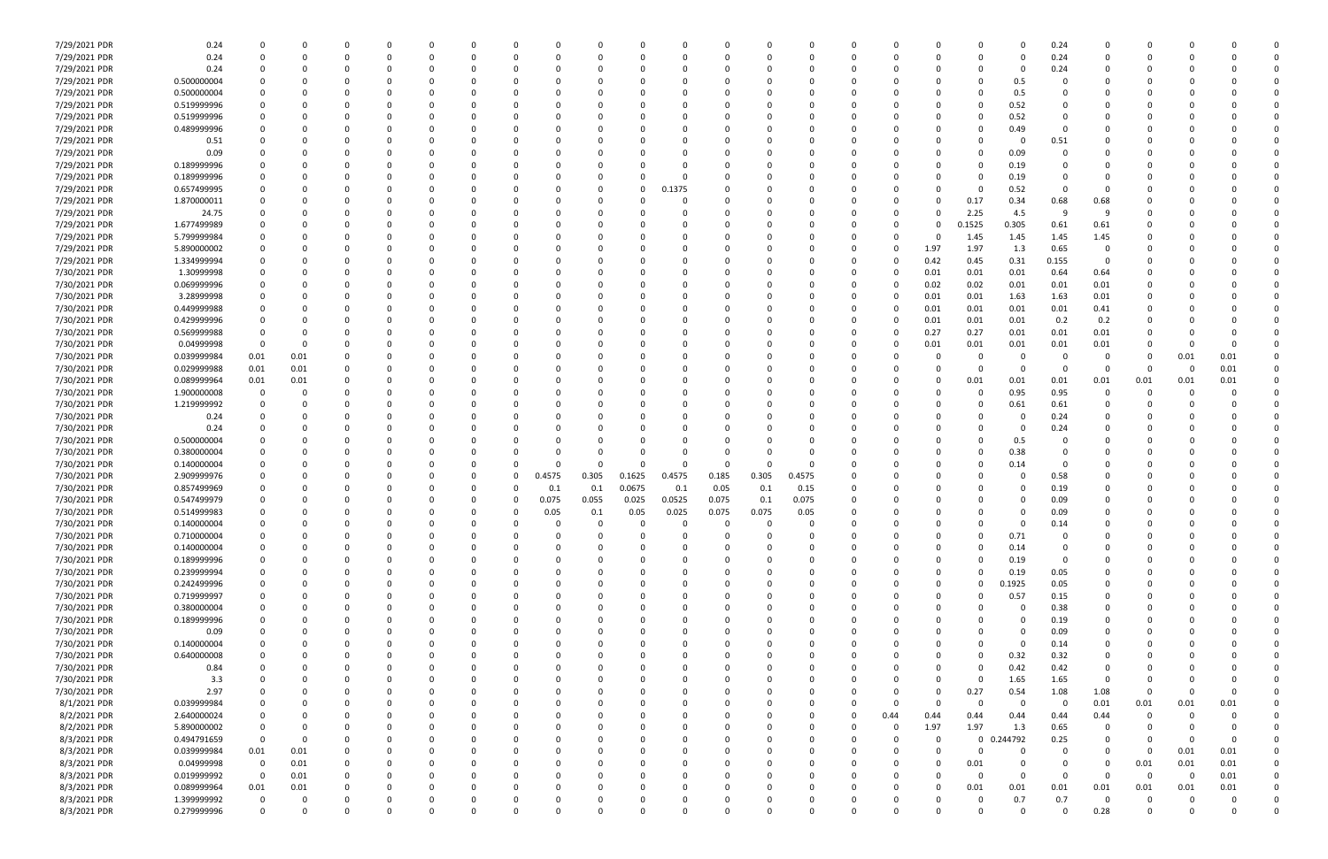| | | | | | | | | | | | | | | | | | | | | | | | | | | | | | | |
|---|---|---|---|---|---|---|---|---|---|---|---|---|---|---|---|---|---|---|---|---|---|---|---|---|---|---|---|---|---|---|
| 7/29/2021 PDR | 0.24 | 0 | 0 | 0 | 0 | 0 | 0 | 0 | 0 | 0 | 0 | 0 | 0 | 0 | 0 | 0 | 0 | 0 | 0 | 0 | 0 | 0 | 0 | 0 | 0.24 | 0 | 0 | 0 | 0 | 0 |
| 7/29/2021 PDR | 0.24 | 0 | 0 | 0 | 0 | 0 | 0 | 0 | 0 | 0 | 0 | 0 | 0 | 0 | 0 | 0 | 0 | 0 | 0 | 0 | 0 | 0 | 0 | 0 | 0.24 | 0 | 0 | 0 | 0 | 0 |
| 7/29/2021 PDR | 0.24 | 0 | 0 | 0 | 0 | 0 | 0 | 0 | 0 | 0 | 0 | 0 | 0 | 0 | 0 | 0 | 0 | 0 | 0 | 0 | 0 | 0 | 0 | 0 | 0.24 | 0 | 0 | 0 | 0 | 0 |
| 7/29/2021 PDR | 0.500000004 | 0 | 0 | 0 | 0 | 0 | 0 | 0 | 0 | 0 | 0 | 0 | 0 | 0 | 0 | 0 | 0 | 0 | 0 | 0 | 0 | 0 | 0 | 0.5 | 0 | 0 | 0 | 0 | 0 | 0 |
| 7/29/2021 PDR | 0.500000004 | 0 | 0 | 0 | 0 | 0 | 0 | 0 | 0 | 0 | 0 | 0 | 0 | 0 | 0 | 0 | 0 | 0 | 0 | 0 | 0 | 0 | 0 | 0.5 | 0 | 0 | 0 | 0 | 0 | 0 |
| 7/29/2021 PDR | 0.519999996 | 0 | 0 | 0 | 0 | 0 | 0 | 0 | 0 | 0 | 0 | 0 | 0 | 0 | 0 | 0 | 0 | 0 | 0 | 0 | 0 | 0 | 0 | 0.52 | 0 | 0 | 0 | 0 | 0 | 0 |
| 7/29/2021 PDR | 0.519999996 | 0 | 0 | 0 | 0 | 0 | 0 | 0 | 0 | 0 | 0 | 0 | 0 | 0 | 0 | 0 | 0 | 0 | 0 | 0 | 0 | 0 | 0 | 0.52 | 0 | 0 | 0 | 0 | 0 | 0 |
| 7/29/2021 PDR | 0.489999996 | 0 | 0 | 0 | 0 | 0 | 0 | 0 | 0 | 0 | 0 | 0 | 0 | 0 | 0 | 0 | 0 | 0 | 0 | 0 | 0 | 0 | 0 | 0.49 | 0 | 0 | 0 | 0 | 0 | 0 |
| 7/29/2021 PDR | 0.51 | 0 | 0 | 0 | 0 | 0 | 0 | 0 | 0 | 0 | 0 | 0 | 0 | 0 | 0 | 0 | 0 | 0 | 0 | 0 | 0 | 0 | 0 | 0 | 0.51 | 0 | 0 | 0 | 0 | 0 |
| 7/29/2021 PDR | 0.09 | 0 | 0 | 0 | 0 | 0 | 0 | 0 | 0 | 0 | 0 | 0 | 0 | 0 | 0 | 0 | 0 | 0 | 0 | 0 | 0 | 0 | 0 | 0.09 | 0 | 0 | 0 | 0 | 0 | 0 |
| 7/29/2021 PDR | 0.189999996 | 0 | 0 | 0 | 0 | 0 | 0 | 0 | 0 | 0 | 0 | 0 | 0 | 0 | 0 | 0 | 0 | 0 | 0 | 0 | 0 | 0 | 0 | 0.19 | 0 | 0 | 0 | 0 | 0 | 0 |
| 7/29/2021 PDR | 0.189999996 | 0 | 0 | 0 | 0 | 0 | 0 | 0 | 0 | 0 | 0 | 0 | 0 | 0 | 0 | 0 | 0 | 0 | 0 | 0 | 0 | 0 | 0 | 0.19 | 0 | 0 | 0 | 0 | 0 | 0 |
| 7/29/2021 PDR | 0.657499995 | 0 | 0 | 0 | 0 | 0 | 0 | 0 | 0 | 0 | 0 | 0 | 0.1375 | 0 | 0 | 0 | 0 | 0 | 0 | 0 | 0 | 0 | 0 | 0.52 | 0 | 0 | 0 | 0 | 0 | 0 |
| 7/29/2021 PDR | 1.870000011 | 0 | 0 | 0 | 0 | 0 | 0 | 0 | 0 | 0 | 0 | 0 | 0 | 0 | 0 | 0 | 0 | 0 | 0 | 0 | 0 | 0 | 0.17 | 0.34 | 0.68 | 0.68 | 0 | 0 | 0 | 0 |
| 7/29/2021 PDR | 24.75 | 0 | 0 | 0 | 0 | 0 | 0 | 0 | 0 | 0 | 0 | 0 | 0 | 0 | 0 | 0 | 0 | 0 | 0 | 0 | 0 | 0 | 2.25 | 4.5 | 9 | 9 | 0 | 0 | 0 | 0 |
| 7/29/2021 PDR | 1.677499989 | 0 | 0 | 0 | 0 | 0 | 0 | 0 | 0 | 0 | 0 | 0 | 0 | 0 | 0 | 0 | 0 | 0 | 0 | 0 | 0 | 0 | 0.1525 | 0.305 | 0.61 | 0.61 | 0 | 0 | 0 | 0 |
| 7/29/2021 PDR | 5.799999984 | 0 | 0 | 0 | 0 | 0 | 0 | 0 | 0 | 0 | 0 | 0 | 0 | 0 | 0 | 0 | 0 | 0 | 0 | 0 | 0 | 0 | 1.45 | 1.45 | 1.45 | 1.45 | 0 | 0 | 0 | 0 |
| 7/29/2021 PDR | 5.890000002 | 0 | 0 | 0 | 0 | 0 | 0 | 0 | 0 | 0 | 0 | 0 | 0 | 0 | 0 | 0 | 0 | 0 | 0 | 0 | 0 | 1.97 | 1.97 | 1.3 | 0.65 | 0 | 0 | 0 | 0 | 0 |
| 7/29/2021 PDR | 1.334999994 | 0 | 0 | 0 | 0 | 0 | 0 | 0 | 0 | 0 | 0 | 0 | 0 | 0 | 0 | 0 | 0 | 0 | 0 | 0 | 0 | 0.42 | 0.45 | 0.31 | 0.155 | 0 | 0 | 0 | 0 | 0 |
| 7/30/2021 PDR | 1.30999998 | 0 | 0 | 0 | 0 | 0 | 0 | 0 | 0 | 0 | 0 | 0 | 0 | 0 | 0 | 0 | 0 | 0 | 0 | 0 | 0 | 0.01 | 0.01 | 0.01 | 0.64 | 0.64 | 0 | 0 | 0 | 0 |
| 7/30/2021 PDR | 0.069999996 | 0 | 0 | 0 | 0 | 0 | 0 | 0 | 0 | 0 | 0 | 0 | 0 | 0 | 0 | 0 | 0 | 0 | 0 | 0 | 0 | 0.02 | 0.02 | 0.01 | 0.01 | 0.01 | 0 | 0 | 0 | 0 |
| 7/30/2021 PDR | 3.28999998 | 0 | 0 | 0 | 0 | 0 | 0 | 0 | 0 | 0 | 0 | 0 | 0 | 0 | 0 | 0 | 0 | 0 | 0 | 0 | 0 | 0.01 | 0.01 | 1.63 | 1.63 | 0.01 | 0 | 0 | 0 | 0 |
| 7/30/2021 PDR | 0.449999988 | 0 | 0 | 0 | 0 | 0 | 0 | 0 | 0 | 0 | 0 | 0 | 0 | 0 | 0 | 0 | 0 | 0 | 0 | 0 | 0 | 0.01 | 0.01 | 0.01 | 0.01 | 0.41 | 0 | 0 | 0 | 0 |
| 7/30/2021 PDR | 0.429999996 | 0 | 0 | 0 | 0 | 0 | 0 | 0 | 0 | 0 | 0 | 0 | 0 | 0 | 0 | 0 | 0 | 0 | 0 | 0 | 0 | 0.01 | 0.01 | 0.01 | 0.2 | 0.2 | 0 | 0 | 0 | 0 |
| 7/30/2021 PDR | 0.569999988 | 0 | 0 | 0 | 0 | 0 | 0 | 0 | 0 | 0 | 0 | 0 | 0 | 0 | 0 | 0 | 0 | 0 | 0 | 0 | 0 | 0.27 | 0.27 | 0.01 | 0.01 | 0.01 | 0 | 0 | 0 | 0 |
| 7/30/2021 PDR | 0.04999998 | 0 | 0 | 0 | 0 | 0 | 0 | 0 | 0 | 0 | 0 | 0 | 0 | 0 | 0 | 0 | 0 | 0 | 0 | 0 | 0 | 0.01 | 0.01 | 0.01 | 0.01 | 0.01 | 0 | 0 | 0 | 0 |
| 7/30/2021 PDR | 0.039999984 | 0.01 | 0.01 | 0 | 0 | 0 | 0 | 0 | 0 | 0 | 0 | 0 | 0 | 0 | 0 | 0 | 0 | 0 | 0 | 0 | 0 | 0 | 0 | 0 | 0 | 0 | 0 | 0.01 | 0.01 | 0 |
| 7/30/2021 PDR | 0.029999988 | 0.01 | 0.01 | 0 | 0 | 0 | 0 | 0 | 0 | 0 | 0 | 0 | 0 | 0 | 0 | 0 | 0 | 0 | 0 | 0 | 0 | 0 | 0 | 0 | 0 | 0 | 0 | 0 | 0.01 | 0 |
| 7/30/2021 PDR | 0.089999964 | 0.01 | 0.01 | 0 | 0 | 0 | 0 | 0 | 0 | 0 | 0 | 0 | 0 | 0 | 0 | 0 | 0 | 0 | 0 | 0 | 0 | 0 | 0.01 | 0.01 | 0.01 | 0.01 | 0.01 | 0.01 | 0.01 | 0 |
| 7/30/2021 PDR | 1.900000008 | 0 | 0 | 0 | 0 | 0 | 0 | 0 | 0 | 0 | 0 | 0 | 0 | 0 | 0 | 0 | 0 | 0 | 0 | 0 | 0 | 0 | 0 | 0.95 | 0.95 | 0 | 0 | 0 | 0 | 0 |
| 7/30/2021 PDR | 1.219999992 | 0 | 0 | 0 | 0 | 0 | 0 | 0 | 0 | 0 | 0 | 0 | 0 | 0 | 0 | 0 | 0 | 0 | 0 | 0 | 0 | 0 | 0 | 0.61 | 0.61 | 0 | 0 | 0 | 0 | 0 |
| 7/30/2021 PDR | 0.24 | 0 | 0 | 0 | 0 | 0 | 0 | 0 | 0 | 0 | 0 | 0 | 0 | 0 | 0 | 0 | 0 | 0 | 0 | 0 | 0 | 0 | 0 | 0 | 0.24 | 0 | 0 | 0 | 0 | 0 |
| 7/30/2021 PDR | 0.24 | 0 | 0 | 0 | 0 | 0 | 0 | 0 | 0 | 0 | 0 | 0 | 0 | 0 | 0 | 0 | 0 | 0 | 0 | 0 | 0 | 0 | 0 | 0 | 0.24 | 0 | 0 | 0 | 0 | 0 |
| 7/30/2021 PDR | 0.500000004 | 0 | 0 | 0 | 0 | 0 | 0 | 0 | 0 | 0 | 0 | 0 | 0 | 0 | 0 | 0 | 0 | 0 | 0 | 0 | 0 | 0 | 0 | 0.5 | 0 | 0 | 0 | 0 | 0 | 0 |
| 7/30/2021 PDR | 0.380000004 | 0 | 0 | 0 | 0 | 0 | 0 | 0 | 0 | 0 | 0 | 0 | 0 | 0 | 0 | 0 | 0 | 0 | 0 | 0 | 0 | 0 | 0 | 0.38 | 0 | 0 | 0 | 0 | 0 | 0 |
| 7/30/2021 PDR | 0.140000004 | 0 | 0 | 0 | 0 | 0 | 0 | 0 | 0 | 0 | 0 | 0 | 0 | 0 | 0 | 0 | 0 | 0 | 0 | 0 | 0 | 0 | 0 | 0.14 | 0 | 0 | 0 | 0 | 0 | 0 |
| 7/30/2021 PDR | 2.909999976 | 0 | 0 | 0 | 0 | 0 | 0 | 0 | 0 | 0.4575 | 0.305 | 0.1625 | 0.4575 | 0.185 | 0.305 | 0.4575 | 0 | 0 | 0 | 0 | 0 | 0 | 0 | 0 | 0.58 | 0 | 0 | 0 | 0 | 0 |
| 7/30/2021 PDR | 0.857499969 | 0 | 0 | 0 | 0 | 0 | 0 | 0 | 0 | 0.1 | 0.1 | 0.0675 | 0.1 | 0.05 | 0.1 | 0.15 | 0 | 0 | 0 | 0 | 0 | 0 | 0 | 0 | 0.19 | 0 | 0 | 0 | 0 | 0 |
| 7/30/2021 PDR | 0.547499979 | 0 | 0 | 0 | 0 | 0 | 0 | 0 | 0 | 0.075 | 0.055 | 0.025 | 0.0525 | 0.075 | 0.1 | 0.075 | 0 | 0 | 0 | 0 | 0 | 0 | 0 | 0 | 0.09 | 0 | 0 | 0 | 0 | 0 |
| 7/30/2021 PDR | 0.514999983 | 0 | 0 | 0 | 0 | 0 | 0 | 0 | 0 | 0.05 | 0.1 | 0.05 | 0.025 | 0.075 | 0.075 | 0.05 | 0 | 0 | 0 | 0 | 0 | 0 | 0 | 0 | 0.09 | 0 | 0 | 0 | 0 | 0 |
| 7/30/2021 PDR | 0.140000004 | 0 | 0 | 0 | 0 | 0 | 0 | 0 | 0 | 0 | 0 | 0 | 0 | 0 | 0 | 0 | 0 | 0 | 0 | 0 | 0 | 0 | 0 | 0 | 0.14 | 0 | 0 | 0 | 0 | 0 |
| 7/30/2021 PDR | 0.710000004 | 0 | 0 | 0 | 0 | 0 | 0 | 0 | 0 | 0 | 0 | 0 | 0 | 0 | 0 | 0 | 0 | 0 | 0 | 0 | 0 | 0 | 0 | 0.71 | 0 | 0 | 0 | 0 | 0 | 0 |
| 7/30/2021 PDR | 0.140000004 | 0 | 0 | 0 | 0 | 0 | 0 | 0 | 0 | 0 | 0 | 0 | 0 | 0 | 0 | 0 | 0 | 0 | 0 | 0 | 0 | 0 | 0 | 0.14 | 0 | 0 | 0 | 0 | 0 | 0 |
| 7/30/2021 PDR | 0.189999996 | 0 | 0 | 0 | 0 | 0 | 0 | 0 | 0 | 0 | 0 | 0 | 0 | 0 | 0 | 0 | 0 | 0 | 0 | 0 | 0 | 0 | 0 | 0.19 | 0 | 0 | 0 | 0 | 0 | 0 |
| 7/30/2021 PDR | 0.239999994 | 0 | 0 | 0 | 0 | 0 | 0 | 0 | 0 | 0 | 0 | 0 | 0 | 0 | 0 | 0 | 0 | 0 | 0 | 0 | 0 | 0 | 0 | 0.19 | 0.05 | 0 | 0 | 0 | 0 | 0 |
| 7/30/2021 PDR | 0.242499996 | 0 | 0 | 0 | 0 | 0 | 0 | 0 | 0 | 0 | 0 | 0 | 0 | 0 | 0 | 0 | 0 | 0 | 0 | 0 | 0 | 0 | 0 | 0.1925 | 0.05 | 0 | 0 | 0 | 0 | 0 |
| 7/30/2021 PDR | 0.719999997 | 0 | 0 | 0 | 0 | 0 | 0 | 0 | 0 | 0 | 0 | 0 | 0 | 0 | 0 | 0 | 0 | 0 | 0 | 0 | 0 | 0 | 0 | 0.57 | 0.15 | 0 | 0 | 0 | 0 | 0 |
| 7/30/2021 PDR | 0.380000004 | 0 | 0 | 0 | 0 | 0 | 0 | 0 | 0 | 0 | 0 | 0 | 0 | 0 | 0 | 0 | 0 | 0 | 0 | 0 | 0 | 0 | 0 | 0 | 0.38 | 0 | 0 | 0 | 0 | 0 |
| 7/30/2021 PDR | 0.189999996 | 0 | 0 | 0 | 0 | 0 | 0 | 0 | 0 | 0 | 0 | 0 | 0 | 0 | 0 | 0 | 0 | 0 | 0 | 0 | 0 | 0 | 0 | 0 | 0.19 | 0 | 0 | 0 | 0 | 0 |
| 7/30/2021 PDR | 0.09 | 0 | 0 | 0 | 0 | 0 | 0 | 0 | 0 | 0 | 0 | 0 | 0 | 0 | 0 | 0 | 0 | 0 | 0 | 0 | 0 | 0 | 0 | 0 | 0.09 | 0 | 0 | 0 | 0 | 0 |
| 7/30/2021 PDR | 0.140000004 | 0 | 0 | 0 | 0 | 0 | 0 | 0 | 0 | 0 | 0 | 0 | 0 | 0 | 0 | 0 | 0 | 0 | 0 | 0 | 0 | 0 | 0 | 0 | 0.14 | 0 | 0 | 0 | 0 | 0 |
| 7/30/2021 PDR | 0.640000008 | 0 | 0 | 0 | 0 | 0 | 0 | 0 | 0 | 0 | 0 | 0 | 0 | 0 | 0 | 0 | 0 | 0 | 0 | 0 | 0 | 0 | 0 | 0.32 | 0.32 | 0 | 0 | 0 | 0 | 0 |
| 7/30/2021 PDR | 0.84 | 0 | 0 | 0 | 0 | 0 | 0 | 0 | 0 | 0 | 0 | 0 | 0 | 0 | 0 | 0 | 0 | 0 | 0 | 0 | 0 | 0 | 0 | 0.42 | 0.42 | 0 | 0 | 0 | 0 | 0 |
| 7/30/2021 PDR | 3.3 | 0 | 0 | 0 | 0 | 0 | 0 | 0 | 0 | 0 | 0 | 0 | 0 | 0 | 0 | 0 | 0 | 0 | 0 | 0 | 0 | 0 | 0 | 1.65 | 1.65 | 0 | 0 | 0 | 0 | 0 |
| 7/30/2021 PDR | 2.97 | 0 | 0 | 0 | 0 | 0 | 0 | 0 | 0 | 0 | 0 | 0 | 0 | 0 | 0 | 0 | 0 | 0 | 0 | 0 | 0 | 0 | 0.27 | 0.54 | 1.08 | 1.08 | 0 | 0 | 0 | 0 |
| 8/1/2021 PDR | 0.039999984 | 0 | 0 | 0 | 0 | 0 | 0 | 0 | 0 | 0 | 0 | 0 | 0 | 0 | 0 | 0 | 0 | 0 | 0 | 0 | 0 | 0 | 0 | 0 | 0 | 0.01 | 0.01 | 0.01 | 0.01 | 0 |
| 8/2/2021 PDR | 2.640000024 | 0 | 0 | 0 | 0 | 0 | 0 | 0 | 0 | 0 | 0 | 0 | 0 | 0 | 0 | 0 | 0 | 0 | 0 | 0 | 0.44 | 0.44 | 0.44 | 0.44 | 0.44 | 0.44 | 0 | 0 | 0 | 0 |
| 8/2/2021 PDR | 5.890000002 | 0 | 0 | 0 | 0 | 0 | 0 | 0 | 0 | 0 | 0 | 0 | 0 | 0 | 0 | 0 | 0 | 0 | 0 | 0 | 0 | 1.97 | 1.97 | 1.3 | 0.65 | 0 | 0 | 0 | 0 | 0 |
| 8/3/2021 PDR | 0.494791659 | 0 | 0 | 0 | 0 | 0 | 0 | 0 | 0 | 0 | 0 | 0 | 0 | 0 | 0 | 0 | 0 | 0 | 0 | 0 | 0 | 0 | 0 | 0.244792 | 0.25 | 0 | 0 | 0 | 0 | 0 |
| 8/3/2021 PDR | 0.039999984 | 0.01 | 0.01 | 0 | 0 | 0 | 0 | 0 | 0 | 0 | 0 | 0 | 0 | 0 | 0 | 0 | 0 | 0 | 0 | 0 | 0 | 0 | 0 | 0 | 0 | 0 | 0 | 0.01 | 0.01 | 0 |
| 8/3/2021 PDR | 0.04999998 | 0 | 0.01 | 0 | 0 | 0 | 0 | 0 | 0 | 0 | 0 | 0 | 0 | 0 | 0 | 0 | 0 | 0 | 0 | 0 | 0 | 0 | 0.01 | 0 | 0 | 0 | 0.01 | 0.01 | 0.01 | 0 |
| 8/3/2021 PDR | 0.019999992 | 0 | 0.01 | 0 | 0 | 0 | 0 | 0 | 0 | 0 | 0 | 0 | 0 | 0 | 0 | 0 | 0 | 0 | 0 | 0 | 0 | 0 | 0 | 0 | 0 | 0 | 0 | 0 | 0.01 | 0 |
| 8/3/2021 PDR | 0.089999964 | 0.01 | 0.01 | 0 | 0 | 0 | 0 | 0 | 0 | 0 | 0 | 0 | 0 | 0 | 0 | 0 | 0 | 0 | 0 | 0 | 0 | 0 | 0.01 | 0.01 | 0.01 | 0.01 | 0.01 | 0.01 | 0.01 | 0 |
| 8/3/2021 PDR | 1.399999992 | 0 | 0 | 0 | 0 | 0 | 0 | 0 | 0 | 0 | 0 | 0 | 0 | 0 | 0 | 0 | 0 | 0 | 0 | 0 | 0 | 0 | 0 | 0.7 | 0.7 | 0 | 0 | 0 | 0 | 0 |
| 8/3/2021 PDR | 0.279999996 | 0 | 0 | 0 | 0 | 0 | 0 | 0 | 0 | 0 | 0 | 0 | 0 | 0 | 0 | 0 | 0 | 0 | 0 | 0 | 0 | 0 | 0 | 0 | 0 | 0.28 | 0 | 0 | 0 | 0 |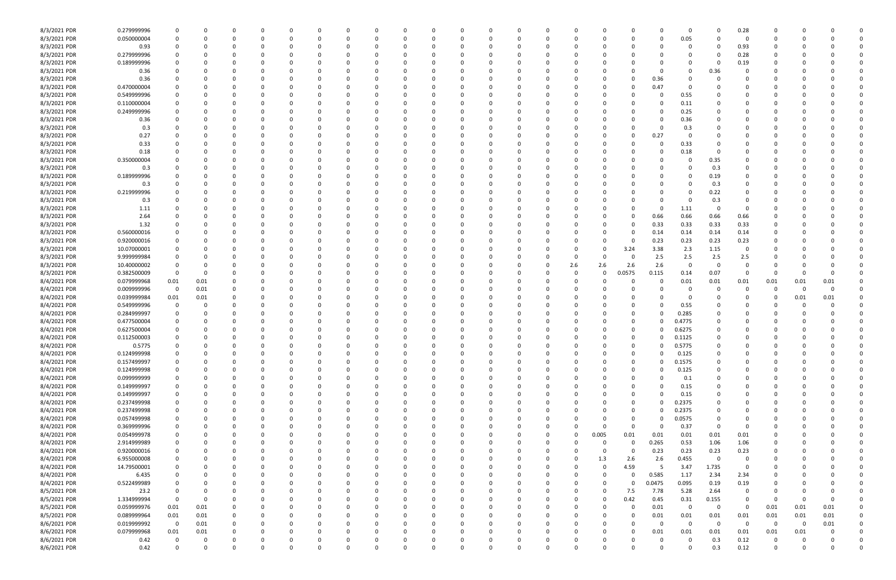| | | | | | | | | | | | | | | | | | | | | | | | | | | |
|---|---|---|---|---|---|---|---|---|---|---|---|---|---|---|---|---|---|---|---|---|---|---|---|---|---|---|
| 8/3/2021 PDR | 0.279999996 | 0 | 0 | 0 | 0 | 0 | 0 | 0 | 0 | 0 | 0 | 0 | 0 | 0 | 0 | 0 | 0 | 0 | 0 | 0 | 0 | 0.28 | 0 | 0 | 0 | 0 |
| 8/3/2021 PDR | 0.050000004 | 0 | 0 | 0 | 0 | 0 | 0 | 0 | 0 | 0 | 0 | 0 | 0 | 0 | 0 | 0 | 0 | 0 | 0 | 0.05 | 0 | 0 | 0 | 0 | 0 | 0 |
| 8/3/2021 PDR | 0.93 | 0 | 0 | 0 | 0 | 0 | 0 | 0 | 0 | 0 | 0 | 0 | 0 | 0 | 0 | 0 | 0 | 0 | 0 | 0 | 0 | 0.93 | 0 | 0 | 0 | 0 |
| 8/3/2021 PDR | 0.279999996 | 0 | 0 | 0 | 0 | 0 | 0 | 0 | 0 | 0 | 0 | 0 | 0 | 0 | 0 | 0 | 0 | 0 | 0 | 0 | 0 | 0.28 | 0 | 0 | 0 | 0 |
| 8/3/2021 PDR | 0.189999996 | 0 | 0 | 0 | 0 | 0 | 0 | 0 | 0 | 0 | 0 | 0 | 0 | 0 | 0 | 0 | 0 | 0 | 0 | 0 | 0 | 0.19 | 0 | 0 | 0 | 0 |
| 8/3/2021 PDR | 0.36 | 0 | 0 | 0 | 0 | 0 | 0 | 0 | 0 | 0 | 0 | 0 | 0 | 0 | 0 | 0 | 0 | 0 | 0 | 0 | 0.36 | 0 | 0 | 0 | 0 | 0 |
| 8/3/2021 PDR | 0.36 | 0 | 0 | 0 | 0 | 0 | 0 | 0 | 0 | 0 | 0 | 0 | 0 | 0 | 0 | 0 | 0 | 0 | 0.36 | 0 | 0 | 0 | 0 | 0 | 0 | 0 |
| 8/3/2021 PDR | 0.470000004 | 0 | 0 | 0 | 0 | 0 | 0 | 0 | 0 | 0 | 0 | 0 | 0 | 0 | 0 | 0 | 0 | 0 | 0.47 | 0 | 0 | 0 | 0 | 0 | 0 | 0 |
| 8/3/2021 PDR | 0.549999996 | 0 | 0 | 0 | 0 | 0 | 0 | 0 | 0 | 0 | 0 | 0 | 0 | 0 | 0 | 0 | 0 | 0 | 0 | 0.55 | 0 | 0 | 0 | 0 | 0 | 0 |
| 8/3/2021 PDR | 0.110000004 | 0 | 0 | 0 | 0 | 0 | 0 | 0 | 0 | 0 | 0 | 0 | 0 | 0 | 0 | 0 | 0 | 0 | 0 | 0.11 | 0 | 0 | 0 | 0 | 0 | 0 |
| 8/3/2021 PDR | 0.249999996 | 0 | 0 | 0 | 0 | 0 | 0 | 0 | 0 | 0 | 0 | 0 | 0 | 0 | 0 | 0 | 0 | 0 | 0 | 0.25 | 0 | 0 | 0 | 0 | 0 | 0 |
| 8/3/2021 PDR | 0.36 | 0 | 0 | 0 | 0 | 0 | 0 | 0 | 0 | 0 | 0 | 0 | 0 | 0 | 0 | 0 | 0 | 0 | 0 | 0.36 | 0 | 0 | 0 | 0 | 0 | 0 |
| 8/3/2021 PDR | 0.3 | 0 | 0 | 0 | 0 | 0 | 0 | 0 | 0 | 0 | 0 | 0 | 0 | 0 | 0 | 0 | 0 | 0 | 0 | 0.3 | 0 | 0 | 0 | 0 | 0 | 0 |
| 8/3/2021 PDR | 0.27 | 0 | 0 | 0 | 0 | 0 | 0 | 0 | 0 | 0 | 0 | 0 | 0 | 0 | 0 | 0 | 0 | 0 | 0.27 | 0 | 0 | 0 | 0 | 0 | 0 | 0 |
| 8/3/2021 PDR | 0.33 | 0 | 0 | 0 | 0 | 0 | 0 | 0 | 0 | 0 | 0 | 0 | 0 | 0 | 0 | 0 | 0 | 0 | 0 | 0.33 | 0 | 0 | 0 | 0 | 0 | 0 |
| 8/3/2021 PDR | 0.18 | 0 | 0 | 0 | 0 | 0 | 0 | 0 | 0 | 0 | 0 | 0 | 0 | 0 | 0 | 0 | 0 | 0 | 0 | 0.18 | 0 | 0 | 0 | 0 | 0 | 0 |
| 8/3/2021 PDR | 0.350000004 | 0 | 0 | 0 | 0 | 0 | 0 | 0 | 0 | 0 | 0 | 0 | 0 | 0 | 0 | 0 | 0 | 0 | 0 | 0 | 0.35 | 0 | 0 | 0 | 0 | 0 |
| 8/3/2021 PDR | 0.3 | 0 | 0 | 0 | 0 | 0 | 0 | 0 | 0 | 0 | 0 | 0 | 0 | 0 | 0 | 0 | 0 | 0 | 0 | 0 | 0.3 | 0 | 0 | 0 | 0 | 0 |
| 8/3/2021 PDR | 0.189999996 | 0 | 0 | 0 | 0 | 0 | 0 | 0 | 0 | 0 | 0 | 0 | 0 | 0 | 0 | 0 | 0 | 0 | 0 | 0 | 0.19 | 0 | 0 | 0 | 0 | 0 |
| 8/3/2021 PDR | 0.3 | 0 | 0 | 0 | 0 | 0 | 0 | 0 | 0 | 0 | 0 | 0 | 0 | 0 | 0 | 0 | 0 | 0 | 0 | 0 | 0.3 | 0 | 0 | 0 | 0 | 0 |
| 8/3/2021 PDR | 0.219999996 | 0 | 0 | 0 | 0 | 0 | 0 | 0 | 0 | 0 | 0 | 0 | 0 | 0 | 0 | 0 | 0 | 0 | 0 | 0 | 0.22 | 0 | 0 | 0 | 0 | 0 |
| 8/3/2021 PDR | 0.3 | 0 | 0 | 0 | 0 | 0 | 0 | 0 | 0 | 0 | 0 | 0 | 0 | 0 | 0 | 0 | 0 | 0 | 0 | 0 | 0.3 | 0 | 0 | 0 | 0 | 0 |
| 8/3/2021 PDR | 1.11 | 0 | 0 | 0 | 0 | 0 | 0 | 0 | 0 | 0 | 0 | 0 | 0 | 0 | 0 | 0 | 0 | 0 | 0 | 1.11 | 0 | 0 | 0 | 0 | 0 | 0 |
| 8/3/2021 PDR | 2.64 | 0 | 0 | 0 | 0 | 0 | 0 | 0 | 0 | 0 | 0 | 0 | 0 | 0 | 0 | 0 | 0 | 0 | 0.66 | 0.66 | 0.66 | 0.66 | 0 | 0 | 0 | 0 |
| 8/3/2021 PDR | 1.32 | 0 | 0 | 0 | 0 | 0 | 0 | 0 | 0 | 0 | 0 | 0 | 0 | 0 | 0 | 0 | 0 | 0 | 0.33 | 0.33 | 0.33 | 0.33 | 0 | 0 | 0 | 0 |
| 8/3/2021 PDR | 0.560000016 | 0 | 0 | 0 | 0 | 0 | 0 | 0 | 0 | 0 | 0 | 0 | 0 | 0 | 0 | 0 | 0 | 0 | 0.14 | 0.14 | 0.14 | 0.14 | 0 | 0 | 0 | 0 |
| 8/3/2021 PDR | 0.920000016 | 0 | 0 | 0 | 0 | 0 | 0 | 0 | 0 | 0 | 0 | 0 | 0 | 0 | 0 | 0 | 0 | 0 | 0.23 | 0.23 | 0.23 | 0.23 | 0 | 0 | 0 | 0 |
| 8/3/2021 PDR | 10.07000001 | 0 | 0 | 0 | 0 | 0 | 0 | 0 | 0 | 0 | 0 | 0 | 0 | 0 | 0 | 0 | 0 | 3.24 | 3.38 | 2.3 | 1.15 | 0 | 0 | 0 | 0 | 0 |
| 8/3/2021 PDR | 9.999999984 | 0 | 0 | 0 | 0 | 0 | 0 | 0 | 0 | 0 | 0 | 0 | 0 | 0 | 0 | 0 | 0 | 0 | 2.5 | 2.5 | 2.5 | 2.5 | 0 | 0 | 0 | 0 |
| 8/3/2021 PDR | 10.40000002 | 0 | 0 | 0 | 0 | 0 | 0 | 0 | 0 | 0 | 0 | 0 | 0 | 0 | 0 | 2.6 | 2.6 | 2.6 | 2.6 | 0 | 0 | 0 | 0 | 0 | 0 | 0 |
| 8/3/2021 PDR | 0.382500009 | 0 | 0 | 0 | 0 | 0 | 0 | 0 | 0 | 0 | 0 | 0 | 0 | 0 | 0 | 0 | 0 | 0.0575 | 0.115 | 0.14 | 0.07 | 0 | 0 | 0 | 0 | 0 |
| 8/4/2021 PDR | 0.079999968 | 0.01 | 0.01 | 0 | 0 | 0 | 0 | 0 | 0 | 0 | 0 | 0 | 0 | 0 | 0 | 0 | 0 | 0 | 0 | 0.01 | 0.01 | 0.01 | 0.01 | 0.01 | 0.01 | 0 |
| 8/4/2021 PDR | 0.009999996 | 0 | 0.01 | 0 | 0 | 0 | 0 | 0 | 0 | 0 | 0 | 0 | 0 | 0 | 0 | 0 | 0 | 0 | 0 | 0 | 0 | 0 | 0 | 0 | 0 | 0 |
| 8/4/2021 PDR | 0.039999984 | 0.01 | 0.01 | 0 | 0 | 0 | 0 | 0 | 0 | 0 | 0 | 0 | 0 | 0 | 0 | 0 | 0 | 0 | 0 | 0 | 0 | 0 | 0 | 0.01 | 0.01 | 0 |
| 8/4/2021 PDR | 0.549999996 | 0 | 0 | 0 | 0 | 0 | 0 | 0 | 0 | 0 | 0 | 0 | 0 | 0 | 0 | 0 | 0 | 0 | 0 | 0.55 | 0 | 0 | 0 | 0 | 0 | 0 |
| 8/4/2021 PDR | 0.284999997 | 0 | 0 | 0 | 0 | 0 | 0 | 0 | 0 | 0 | 0 | 0 | 0 | 0 | 0 | 0 | 0 | 0 | 0 | 0.285 | 0 | 0 | 0 | 0 | 0 | 0 |
| 8/4/2021 PDR | 0.477500004 | 0 | 0 | 0 | 0 | 0 | 0 | 0 | 0 | 0 | 0 | 0 | 0 | 0 | 0 | 0 | 0 | 0 | 0 | 0.4775 | 0 | 0 | 0 | 0 | 0 | 0 |
| 8/4/2021 PDR | 0.627500004 | 0 | 0 | 0 | 0 | 0 | 0 | 0 | 0 | 0 | 0 | 0 | 0 | 0 | 0 | 0 | 0 | 0 | 0 | 0.6275 | 0 | 0 | 0 | 0 | 0 | 0 |
| 8/4/2021 PDR | 0.112500003 | 0 | 0 | 0 | 0 | 0 | 0 | 0 | 0 | 0 | 0 | 0 | 0 | 0 | 0 | 0 | 0 | 0 | 0 | 0.1125 | 0 | 0 | 0 | 0 | 0 | 0 |
| 8/4/2021 PDR | 0.5775 | 0 | 0 | 0 | 0 | 0 | 0 | 0 | 0 | 0 | 0 | 0 | 0 | 0 | 0 | 0 | 0 | 0 | 0 | 0.5775 | 0 | 0 | 0 | 0 | 0 | 0 |
| 8/4/2021 PDR | 0.124999998 | 0 | 0 | 0 | 0 | 0 | 0 | 0 | 0 | 0 | 0 | 0 | 0 | 0 | 0 | 0 | 0 | 0 | 0 | 0.125 | 0 | 0 | 0 | 0 | 0 | 0 |
| 8/4/2021 PDR | 0.157499997 | 0 | 0 | 0 | 0 | 0 | 0 | 0 | 0 | 0 | 0 | 0 | 0 | 0 | 0 | 0 | 0 | 0 | 0 | 0.1575 | 0 | 0 | 0 | 0 | 0 | 0 |
| 8/4/2021 PDR | 0.124999998 | 0 | 0 | 0 | 0 | 0 | 0 | 0 | 0 | 0 | 0 | 0 | 0 | 0 | 0 | 0 | 0 | 0 | 0 | 0.125 | 0 | 0 | 0 | 0 | 0 | 0 |
| 8/4/2021 PDR | 0.099999999 | 0 | 0 | 0 | 0 | 0 | 0 | 0 | 0 | 0 | 0 | 0 | 0 | 0 | 0 | 0 | 0 | 0 | 0 | 0.1 | 0 | 0 | 0 | 0 | 0 | 0 |
| 8/4/2021 PDR | 0.149999997 | 0 | 0 | 0 | 0 | 0 | 0 | 0 | 0 | 0 | 0 | 0 | 0 | 0 | 0 | 0 | 0 | 0 | 0 | 0.15 | 0 | 0 | 0 | 0 | 0 | 0 |
| 8/4/2021 PDR | 0.149999997 | 0 | 0 | 0 | 0 | 0 | 0 | 0 | 0 | 0 | 0 | 0 | 0 | 0 | 0 | 0 | 0 | 0 | 0 | 0.15 | 0 | 0 | 0 | 0 | 0 | 0 |
| 8/4/2021 PDR | 0.237499998 | 0 | 0 | 0 | 0 | 0 | 0 | 0 | 0 | 0 | 0 | 0 | 0 | 0 | 0 | 0 | 0 | 0 | 0 | 0.2375 | 0 | 0 | 0 | 0 | 0 | 0 |
| 8/4/2021 PDR | 0.237499998 | 0 | 0 | 0 | 0 | 0 | 0 | 0 | 0 | 0 | 0 | 0 | 0 | 0 | 0 | 0 | 0 | 0 | 0 | 0.2375 | 0 | 0 | 0 | 0 | 0 | 0 |
| 8/4/2021 PDR | 0.057499998 | 0 | 0 | 0 | 0 | 0 | 0 | 0 | 0 | 0 | 0 | 0 | 0 | 0 | 0 | 0 | 0 | 0 | 0 | 0.0575 | 0 | 0 | 0 | 0 | 0 | 0 |
| 8/4/2021 PDR | 0.369999996 | 0 | 0 | 0 | 0 | 0 | 0 | 0 | 0 | 0 | 0 | 0 | 0 | 0 | 0 | 0 | 0 | 0 | 0 | 0.37 | 0 | 0 | 0 | 0 | 0 | 0 |
| 8/4/2021 PDR | 0.054999978 | 0 | 0 | 0 | 0 | 0 | 0 | 0 | 0 | 0 | 0 | 0 | 0 | 0 | 0 | 0 | 0.005 | 0.01 | 0.01 | 0.01 | 0.01 | 0.01 | 0 | 0 | 0 | 0 |
| 8/4/2021 PDR | 2.914999989 | 0 | 0 | 0 | 0 | 0 | 0 | 0 | 0 | 0 | 0 | 0 | 0 | 0 | 0 | 0 | 0 | 0 | 0.265 | 0.53 | 1.06 | 1.06 | 0 | 0 | 0 | 0 |
| 8/4/2021 PDR | 0.920000016 | 0 | 0 | 0 | 0 | 0 | 0 | 0 | 0 | 0 | 0 | 0 | 0 | 0 | 0 | 0 | 0 | 0 | 0.23 | 0.23 | 0.23 | 0.23 | 0 | 0 | 0 | 0 |
| 8/4/2021 PDR | 6.955000008 | 0 | 0 | 0 | 0 | 0 | 0 | 0 | 0 | 0 | 0 | 0 | 0 | 0 | 0 | 0 | 1.3 | 2.6 | 2.6 | 0.455 | 0 | 0 | 0 | 0 | 0 | 0 |
| 8/4/2021 PDR | 14.79500001 | 0 | 0 | 0 | 0 | 0 | 0 | 0 | 0 | 0 | 0 | 0 | 0 | 0 | 0 | 0 | 0 | 4.59 | 5 | 3.47 | 1.735 | 0 | 0 | 0 | 0 | 0 |
| 8/4/2021 PDR | 6.435 | 0 | 0 | 0 | 0 | 0 | 0 | 0 | 0 | 0 | 0 | 0 | 0 | 0 | 0 | 0 | 0 | 0 | 0.585 | 1.17 | 2.34 | 2.34 | 0 | 0 | 0 | 0 |
| 8/4/2021 PDR | 0.522499989 | 0 | 0 | 0 | 0 | 0 | 0 | 0 | 0 | 0 | 0 | 0 | 0 | 0 | 0 | 0 | 0 | 0 | 0.0475 | 0.095 | 0.19 | 0.19 | 0 | 0 | 0 | 0 |
| 8/5/2021 PDR | 23.2 | 0 | 0 | 0 | 0 | 0 | 0 | 0 | 0 | 0 | 0 | 0 | 0 | 0 | 0 | 0 | 0 | 7.5 | 7.78 | 5.28 | 2.64 | 0 | 0 | 0 | 0 | 0 |
| 8/5/2021 PDR | 1.334999994 | 0 | 0 | 0 | 0 | 0 | 0 | 0 | 0 | 0 | 0 | 0 | 0 | 0 | 0 | 0 | 0 | 0.42 | 0.45 | 0.31 | 0.155 | 0 | 0 | 0 | 0 | 0 |
| 8/5/2021 PDR | 0.059999976 | 0.01 | 0.01 | 0 | 0 | 0 | 0 | 0 | 0 | 0 | 0 | 0 | 0 | 0 | 0 | 0 | 0 | 0 | 0 | 0 | 0 | 0 | 0.01 | 0.01 | 0.01 | 0 |
| 8/5/2021 PDR | 0.089999964 | 0.01 | 0.01 | 0 | 0 | 0 | 0 | 0 | 0 | 0 | 0 | 0 | 0 | 0 | 0 | 0 | 0 | 0 | 0.01 | 0.01 | 0.01 | 0.01 | 0.01 | 0.01 | 0.01 | 0 |
| 8/6/2021 PDR | 0.019999992 | 0 | 0.01 | 0 | 0 | 0 | 0 | 0 | 0 | 0 | 0 | 0 | 0 | 0 | 0 | 0 | 0 | 0 | 0 | 0 | 0 | 0 | 0 | 0 | 0.01 | 0 |
| 8/6/2021 PDR | 0.079999968 | 0.01 | 0.01 | 0 | 0 | 0 | 0 | 0 | 0 | 0 | 0 | 0 | 0 | 0 | 0 | 0 | 0 | 0 | 0.01 | 0.01 | 0.01 | 0.01 | 0.01 | 0.01 | 0 | 0 |
| 8/6/2021 PDR | 0.42 | 0 | 0 | 0 | 0 | 0 | 0 | 0 | 0 | 0 | 0 | 0 | 0 | 0 | 0 | 0 | 0 | 0 | 0 | 0 | 0.3 | 0.12 | 0 | 0 | 0 | 0 |
| 8/6/2021 PDR | 0.42 | 0 | 0 | 0 | 0 | 0 | 0 | 0 | 0 | 0 | 0 | 0 | 0 | 0 | 0 | 0 | 0 | 0 | 0 | 0 | 0.3 | 0.12 | 0 | 0 | 0 | 0 |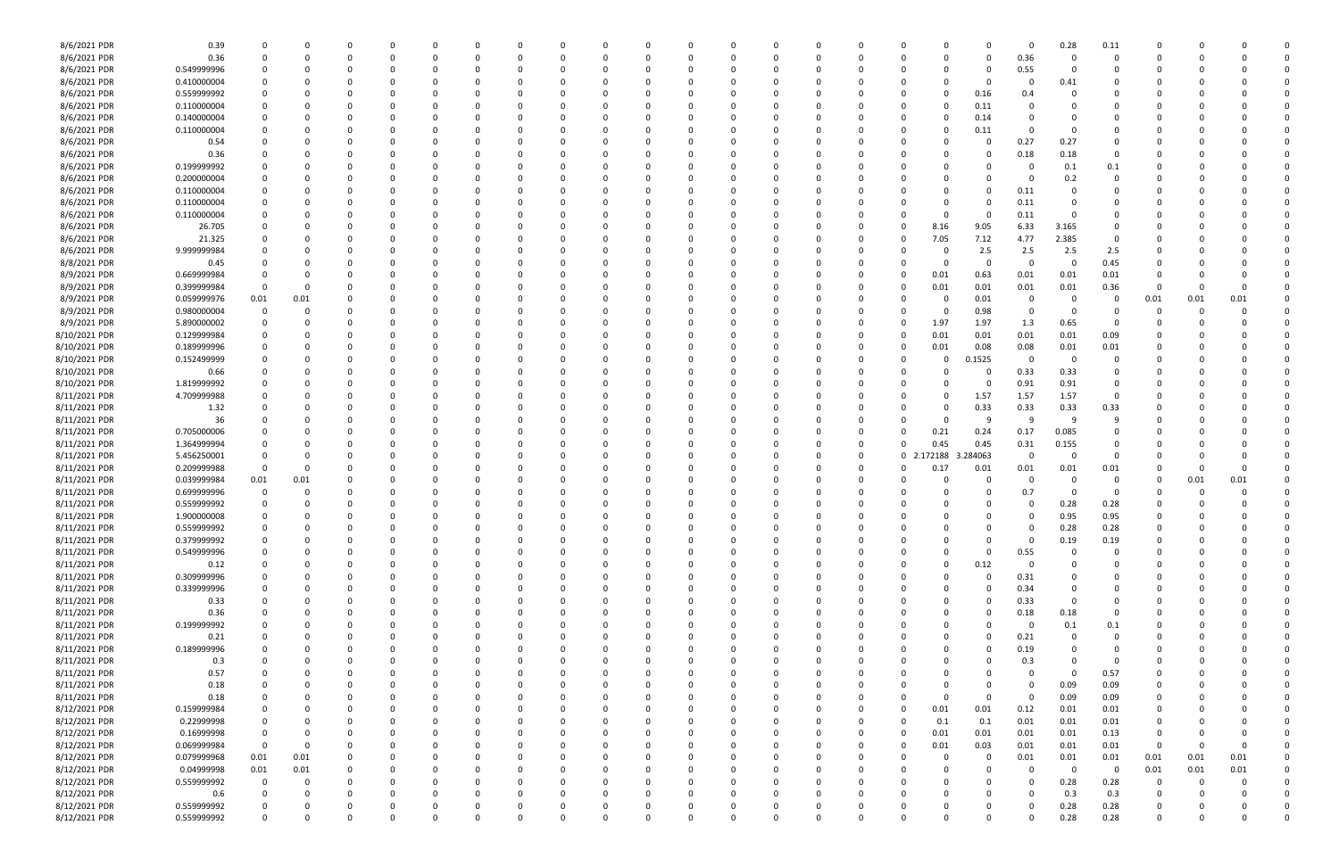| | | | | | | | | | | | | | | | | | | | | | | | | | | | | | | | | | | |
|---|---|---|---|---|---|---|---|---|---|---|---|---|---|---|---|---|---|---|---|---|---|---|---|---|---|---|---|---|---|---|---|---|---|---|
| 8/6/2021 PDR | 0.39 | 0 | 0 | 0 | 0 | 0 | 0 | 0 | 0 | 0 | 0 | 0 | 0 | 0 | 0 | 0 | 0 | 0 | 0 | 0 | 0 | 0 | 0 | 0 | 0 | 0 | 0 | 0 | 0.28 | 0.11 | 0 | 0 | 0 | 0 |
| 8/6/2021 PDR | 0.36 | 0 | 0 | 0 | 0 | 0 | 0 | 0 | 0 | 0 | 0 | 0 | 0 | 0 | 0 | 0 | 0 | 0 | 0 | 0 | 0 | 0 | 0 | 0 | 0 | 0 | 0 | 0.36 | 0 | 0 | 0 | 0 | 0 | 0 |
| 8/6/2021 PDR | 0.549999996 | 0 | 0 | 0 | 0 | 0 | 0 | 0 | 0 | 0 | 0 | 0 | 0 | 0 | 0 | 0 | 0 | 0 | 0 | 0 | 0 | 0 | 0 | 0 | 0 | 0 | 0 | 0.55 | 0 | 0 | 0 | 0 | 0 | 0 |
| 8/6/2021 PDR | 0.410000004 | 0 | 0 | 0 | 0 | 0 | 0 | 0 | 0 | 0 | 0 | 0 | 0 | 0 | 0 | 0 | 0 | 0 | 0 | 0 | 0 | 0 | 0 | 0 | 0 | 0 | 0 | 0 | 0.41 | 0 | 0 | 0 | 0 | 0 |
| 8/6/2021 PDR | 0.559999992 | 0 | 0 | 0 | 0 | 0 | 0 | 0 | 0 | 0 | 0 | 0 | 0 | 0 | 0 | 0 | 0 | 0 | 0 | 0 | 0 | 0 | 0 | 0 | 0 | 0 | 0.16 | 0.4 | 0 | 0 | 0 | 0 | 0 | 0 |
| 8/6/2021 PDR | 0.110000004 | 0 | 0 | 0 | 0 | 0 | 0 | 0 | 0 | 0 | 0 | 0 | 0 | 0 | 0 | 0 | 0 | 0 | 0 | 0 | 0 | 0 | 0 | 0 | 0 | 0 | 0.11 | 0 | 0 | 0 | 0 | 0 | 0 | 0 |
| 8/6/2021 PDR | 0.140000004 | 0 | 0 | 0 | 0 | 0 | 0 | 0 | 0 | 0 | 0 | 0 | 0 | 0 | 0 | 0 | 0 | 0 | 0 | 0 | 0 | 0 | 0 | 0 | 0 | 0 | 0.14 | 0 | 0 | 0 | 0 | 0 | 0 | 0 |
| 8/6/2021 PDR | 0.110000004 | 0 | 0 | 0 | 0 | 0 | 0 | 0 | 0 | 0 | 0 | 0 | 0 | 0 | 0 | 0 | 0 | 0 | 0 | 0 | 0 | 0 | 0 | 0 | 0 | 0 | 0.11 | 0 | 0 | 0 | 0 | 0 | 0 | 0 |
| 8/6/2021 PDR | 0.54 | 0 | 0 | 0 | 0 | 0 | 0 | 0 | 0 | 0 | 0 | 0 | 0 | 0 | 0 | 0 | 0 | 0 | 0 | 0 | 0 | 0 | 0 | 0 | 0 | 0 | 0 | 0.27 | 0.27 | 0 | 0 | 0 | 0 | 0 |
| 8/6/2021 PDR | 0.36 | 0 | 0 | 0 | 0 | 0 | 0 | 0 | 0 | 0 | 0 | 0 | 0 | 0 | 0 | 0 | 0 | 0 | 0 | 0 | 0 | 0 | 0 | 0 | 0 | 0 | 0 | 0.18 | 0.18 | 0 | 0 | 0 | 0 | 0 |
| 8/6/2021 PDR | 0.199999992 | 0 | 0 | 0 | 0 | 0 | 0 | 0 | 0 | 0 | 0 | 0 | 0 | 0 | 0 | 0 | 0 | 0 | 0 | 0 | 0 | 0 | 0 | 0 | 0 | 0 | 0 | 0 | 0.1 | 0.1 | 0 | 0 | 0 | 0 |
| 8/6/2021 PDR | 0.200000004 | 0 | 0 | 0 | 0 | 0 | 0 | 0 | 0 | 0 | 0 | 0 | 0 | 0 | 0 | 0 | 0 | 0 | 0 | 0 | 0 | 0 | 0 | 0 | 0 | 0 | 0 | 0 | 0.2 | 0 | 0 | 0 | 0 | 0 |
| 8/6/2021 PDR | 0.110000004 | 0 | 0 | 0 | 0 | 0 | 0 | 0 | 0 | 0 | 0 | 0 | 0 | 0 | 0 | 0 | 0 | 0 | 0 | 0 | 0 | 0 | 0 | 0 | 0 | 0 | 0 | 0.11 | 0 | 0 | 0 | 0 | 0 | 0 |
| 8/6/2021 PDR | 0.110000004 | 0 | 0 | 0 | 0 | 0 | 0 | 0 | 0 | 0 | 0 | 0 | 0 | 0 | 0 | 0 | 0 | 0 | 0 | 0 | 0 | 0 | 0 | 0 | 0 | 0 | 0 | 0.11 | 0 | 0 | 0 | 0 | 0 | 0 |
| 8/6/2021 PDR | 0.110000004 | 0 | 0 | 0 | 0 | 0 | 0 | 0 | 0 | 0 | 0 | 0 | 0 | 0 | 0 | 0 | 0 | 0 | 0 | 0 | 0 | 0 | 0 | 0 | 0 | 0 | 0 | 0.11 | 0 | 0 | 0 | 0 | 0 | 0 |
| 8/6/2021 PDR | 26.705 | 0 | 0 | 0 | 0 | 0 | 0 | 0 | 0 | 0 | 0 | 0 | 0 | 0 | 0 | 0 | 0 | 0 | 0 | 0 | 0 | 0 | 0 | 0 | 0 | 8.16 | 9.05 | 6.33 | 3.165 | 0 | 0 | 0 | 0 | 0 |
| 8/6/2021 PDR | 21.325 | 0 | 0 | 0 | 0 | 0 | 0 | 0 | 0 | 0 | 0 | 0 | 0 | 0 | 0 | 0 | 0 | 0 | 0 | 0 | 0 | 0 | 0 | 0 | 0 | 7.05 | 7.12 | 4.77 | 2.385 | 0 | 0 | 0 | 0 | 0 |
| 8/6/2021 PDR | 9.999999984 | 0 | 0 | 0 | 0 | 0 | 0 | 0 | 0 | 0 | 0 | 0 | 0 | 0 | 0 | 0 | 0 | 0 | 0 | 0 | 0 | 0 | 0 | 0 | 0 | 0 | 2.5 | 2.5 | 2.5 | 2.5 | 0 | 0 | 0 | 0 |
| 8/8/2021 PDR | 0.45 | 0 | 0 | 0 | 0 | 0 | 0 | 0 | 0 | 0 | 0 | 0 | 0 | 0 | 0 | 0 | 0 | 0 | 0 | 0 | 0 | 0 | 0 | 0 | 0 | 0 | 0 | 0 | 0 | 0.45 | 0 | 0 | 0 | 0 |
| 8/9/2021 PDR | 0.669999984 | 0 | 0 | 0 | 0 | 0 | 0 | 0 | 0 | 0 | 0 | 0 | 0 | 0 | 0 | 0 | 0 | 0 | 0 | 0 | 0 | 0 | 0 | 0 | 0 | 0.01 | 0.63 | 0.01 | 0.01 | 0.01 | 0 | 0 | 0 | 0 |
| 8/9/2021 PDR | 0.399999984 | 0 | 0 | 0 | 0 | 0 | 0 | 0 | 0 | 0 | 0 | 0 | 0 | 0 | 0 | 0 | 0 | 0 | 0 | 0 | 0 | 0 | 0 | 0 | 0 | 0.01 | 0.01 | 0.01 | 0.01 | 0.36 | 0 | 0 | 0 | 0 |
| 8/9/2021 PDR | 0.059999976 | 0.01 | 0.01 | 0 | 0 | 0 | 0 | 0 | 0 | 0 | 0 | 0 | 0 | 0 | 0 | 0 | 0 | 0 | 0 | 0 | 0 | 0 | 0 | 0 | 0 | 0 | 0.01 | 0 | 0 | 0 | 0.01 | 0.01 | 0.01 | 0 |
| 8/9/2021 PDR | 0.980000004 | 0 | 0 | 0 | 0 | 0 | 0 | 0 | 0 | 0 | 0 | 0 | 0 | 0 | 0 | 0 | 0 | 0 | 0 | 0 | 0 | 0 | 0 | 0 | 0 | 0 | 0.98 | 0 | 0 | 0 | 0 | 0 | 0 | 0 |
| 8/9/2021 PDR | 5.890000002 | 0 | 0 | 0 | 0 | 0 | 0 | 0 | 0 | 0 | 0 | 0 | 0 | 0 | 0 | 0 | 0 | 0 | 0 | 0 | 0 | 0 | 0 | 0 | 0 | 1.97 | 1.97 | 1.3 | 0.65 | 0 | 0 | 0 | 0 | 0 |
| 8/10/2021 PDR | 0.129999984 | 0 | 0 | 0 | 0 | 0 | 0 | 0 | 0 | 0 | 0 | 0 | 0 | 0 | 0 | 0 | 0 | 0 | 0 | 0 | 0 | 0 | 0 | 0 | 0 | 0.01 | 0.01 | 0.01 | 0.01 | 0.09 | 0 | 0 | 0 | 0 |
| 8/10/2021 PDR | 0.189999996 | 0 | 0 | 0 | 0 | 0 | 0 | 0 | 0 | 0 | 0 | 0 | 0 | 0 | 0 | 0 | 0 | 0 | 0 | 0 | 0 | 0 | 0 | 0 | 0 | 0.01 | 0.08 | 0.08 | 0.01 | 0.01 | 0 | 0 | 0 | 0 |
| 8/10/2021 PDR | 0.152499999 | 0 | 0 | 0 | 0 | 0 | 0 | 0 | 0 | 0 | 0 | 0 | 0 | 0 | 0 | 0 | 0 | 0 | 0 | 0 | 0 | 0 | 0 | 0 | 0 | 0 | 0.1525 | 0 | 0 | 0 | 0 | 0 | 0 | 0 |
| 8/10/2021 PDR | 0.66 | 0 | 0 | 0 | 0 | 0 | 0 | 0 | 0 | 0 | 0 | 0 | 0 | 0 | 0 | 0 | 0 | 0 | 0 | 0 | 0 | 0 | 0 | 0 | 0 | 0 | 0 | 0.33 | 0.33 | 0 | 0 | 0 | 0 | 0 |
| 8/10/2021 PDR | 1.819999992 | 0 | 0 | 0 | 0 | 0 | 0 | 0 | 0 | 0 | 0 | 0 | 0 | 0 | 0 | 0 | 0 | 0 | 0 | 0 | 0 | 0 | 0 | 0 | 0 | 0 | 0 | 0.91 | 0.91 | 0 | 0 | 0 | 0 | 0 |
| 8/11/2021 PDR | 4.709999988 | 0 | 0 | 0 | 0 | 0 | 0 | 0 | 0 | 0 | 0 | 0 | 0 | 0 | 0 | 0 | 0 | 0 | 0 | 0 | 0 | 0 | 0 | 0 | 0 | 0 | 1.57 | 1.57 | 1.57 | 0 | 0 | 0 | 0 | 0 |
| 8/11/2021 PDR | 1.32 | 0 | 0 | 0 | 0 | 0 | 0 | 0 | 0 | 0 | 0 | 0 | 0 | 0 | 0 | 0 | 0 | 0 | 0 | 0 | 0 | 0 | 0 | 0 | 0 | 0 | 0.33 | 0.33 | 0.33 | 0.33 | 0 | 0 | 0 | 0 |
| 8/11/2021 PDR | 36 | 0 | 0 | 0 | 0 | 0 | 0 | 0 | 0 | 0 | 0 | 0 | 0 | 0 | 0 | 0 | 0 | 0 | 0 | 0 | 0 | 0 | 0 | 0 | 0 | 0 | 9 | 9 | 9 | 9 | 0 | 0 | 0 | 0 |
| 8/11/2021 PDR | 0.705000006 | 0 | 0 | 0 | 0 | 0 | 0 | 0 | 0 | 0 | 0 | 0 | 0 | 0 | 0 | 0 | 0 | 0 | 0 | 0 | 0 | 0 | 0 | 0 | 0 | 0.21 | 0.24 | 0.17 | 0.085 | 0 | 0 | 0 | 0 | 0 |
| 8/11/2021 PDR | 1.364999994 | 0 | 0 | 0 | 0 | 0 | 0 | 0 | 0 | 0 | 0 | 0 | 0 | 0 | 0 | 0 | 0 | 0 | 0 | 0 | 0 | 0 | 0 | 0 | 0 | 0.45 | 0.45 | 0.31 | 0.155 | 0 | 0 | 0 | 0 | 0 |
| 8/11/2021 PDR | 5.456250001 | 0 | 0 | 0 | 0 | 0 | 0 | 0 | 0 | 0 | 0 | 0 | 0 | 0 | 0 | 0 | 0 | 0 | 0 | 0 | 0 | 0 | 0 | 0 | 0 | 2.172188 | 3.284063 | 0 | 0 | 0 | 0 | 0 | 0 | 0 |
| 8/11/2021 PDR | 0.209999988 | 0 | 0 | 0 | 0 | 0 | 0 | 0 | 0 | 0 | 0 | 0 | 0 | 0 | 0 | 0 | 0 | 0 | 0 | 0 | 0 | 0 | 0 | 0 | 0 | 0.17 | 0.01 | 0.01 | 0.01 | 0.01 | 0 | 0 | 0 | 0 |
| 8/11/2021 PDR | 0.039999984 | 0.01 | 0.01 | 0 | 0 | 0 | 0 | 0 | 0 | 0 | 0 | 0 | 0 | 0 | 0 | 0 | 0 | 0 | 0 | 0 | 0 | 0 | 0 | 0 | 0 | 0 | 0 | 0 | 0 | 0 | 0 | 0.01 | 0.01 | 0 |
| 8/11/2021 PDR | 0.699999996 | 0 | 0 | 0 | 0 | 0 | 0 | 0 | 0 | 0 | 0 | 0 | 0 | 0 | 0 | 0 | 0 | 0 | 0 | 0 | 0 | 0 | 0 | 0 | 0 | 0 | 0 | 0.7 | 0 | 0 | 0 | 0 | 0 | 0 |
| 8/11/2021 PDR | 0.559999992 | 0 | 0 | 0 | 0 | 0 | 0 | 0 | 0 | 0 | 0 | 0 | 0 | 0 | 0 | 0 | 0 | 0 | 0 | 0 | 0 | 0 | 0 | 0 | 0 | 0 | 0 | 0 | 0.28 | 0.28 | 0 | 0 | 0 | 0 |
| 8/11/2021 PDR | 1.900000008 | 0 | 0 | 0 | 0 | 0 | 0 | 0 | 0 | 0 | 0 | 0 | 0 | 0 | 0 | 0 | 0 | 0 | 0 | 0 | 0 | 0 | 0 | 0 | 0 | 0 | 0 | 0 | 0.95 | 0.95 | 0 | 0 | 0 | 0 |
| 8/11/2021 PDR | 0.559999992 | 0 | 0 | 0 | 0 | 0 | 0 | 0 | 0 | 0 | 0 | 0 | 0 | 0 | 0 | 0 | 0 | 0 | 0 | 0 | 0 | 0 | 0 | 0 | 0 | 0 | 0 | 0 | 0.28 | 0.28 | 0 | 0 | 0 | 0 |
| 8/11/2021 PDR | 0.379999992 | 0 | 0 | 0 | 0 | 0 | 0 | 0 | 0 | 0 | 0 | 0 | 0 | 0 | 0 | 0 | 0 | 0 | 0 | 0 | 0 | 0 | 0 | 0 | 0 | 0 | 0 | 0 | 0.19 | 0.19 | 0 | 0 | 0 | 0 |
| 8/11/2021 PDR | 0.549999996 | 0 | 0 | 0 | 0 | 0 | 0 | 0 | 0 | 0 | 0 | 0 | 0 | 0 | 0 | 0 | 0 | 0 | 0 | 0 | 0 | 0 | 0 | 0 | 0 | 0 | 0 | 0.55 | 0 | 0 | 0 | 0 | 0 | 0 |
| 8/11/2021 PDR | 0.12 | 0 | 0 | 0 | 0 | 0 | 0 | 0 | 0 | 0 | 0 | 0 | 0 | 0 | 0 | 0 | 0 | 0 | 0 | 0 | 0 | 0 | 0 | 0 | 0 | 0 | 0.12 | 0 | 0 | 0 | 0 | 0 | 0 | 0 |
| 8/11/2021 PDR | 0.309999996 | 0 | 0 | 0 | 0 | 0 | 0 | 0 | 0 | 0 | 0 | 0 | 0 | 0 | 0 | 0 | 0 | 0 | 0 | 0 | 0 | 0 | 0 | 0 | 0 | 0 | 0 | 0.31 | 0 | 0 | 0 | 0 | 0 | 0 |
| 8/11/2021 PDR | 0.339999996 | 0 | 0 | 0 | 0 | 0 | 0 | 0 | 0 | 0 | 0 | 0 | 0 | 0 | 0 | 0 | 0 | 0 | 0 | 0 | 0 | 0 | 0 | 0 | 0 | 0 | 0 | 0.34 | 0 | 0 | 0 | 0 | 0 | 0 |
| 8/11/2021 PDR | 0.33 | 0 | 0 | 0 | 0 | 0 | 0 | 0 | 0 | 0 | 0 | 0 | 0 | 0 | 0 | 0 | 0 | 0 | 0 | 0 | 0 | 0 | 0 | 0 | 0 | 0 | 0 | 0.33 | 0 | 0 | 0 | 0 | 0 | 0 |
| 8/11/2021 PDR | 0.36 | 0 | 0 | 0 | 0 | 0 | 0 | 0 | 0 | 0 | 0 | 0 | 0 | 0 | 0 | 0 | 0 | 0 | 0 | 0 | 0 | 0 | 0 | 0 | 0 | 0 | 0 | 0.18 | 0.18 | 0 | 0 | 0 | 0 | 0 |
| 8/11/2021 PDR | 0.199999992 | 0 | 0 | 0 | 0 | 0 | 0 | 0 | 0 | 0 | 0 | 0 | 0 | 0 | 0 | 0 | 0 | 0 | 0 | 0 | 0 | 0 | 0 | 0 | 0 | 0 | 0 | 0 | 0.1 | 0.1 | 0 | 0 | 0 | 0 |
| 8/11/2021 PDR | 0.21 | 0 | 0 | 0 | 0 | 0 | 0 | 0 | 0 | 0 | 0 | 0 | 0 | 0 | 0 | 0 | 0 | 0 | 0 | 0 | 0 | 0 | 0 | 0 | 0 | 0 | 0 | 0.21 | 0 | 0 | 0 | 0 | 0 | 0 |
| 8/11/2021 PDR | 0.189999996 | 0 | 0 | 0 | 0 | 0 | 0 | 0 | 0 | 0 | 0 | 0 | 0 | 0 | 0 | 0 | 0 | 0 | 0 | 0 | 0 | 0 | 0 | 0 | 0 | 0 | 0 | 0.19 | 0 | 0 | 0 | 0 | 0 | 0 |
| 8/11/2021 PDR | 0.3 | 0 | 0 | 0 | 0 | 0 | 0 | 0 | 0 | 0 | 0 | 0 | 0 | 0 | 0 | 0 | 0 | 0 | 0 | 0 | 0 | 0 | 0 | 0 | 0 | 0 | 0 | 0.3 | 0 | 0 | 0 | 0 | 0 | 0 |
| 8/11/2021 PDR | 0.57 | 0 | 0 | 0 | 0 | 0 | 0 | 0 | 0 | 0 | 0 | 0 | 0 | 0 | 0 | 0 | 0 | 0 | 0 | 0 | 0 | 0 | 0 | 0 | 0 | 0 | 0 | 0 | 0 | 0.57 | 0 | 0 | 0 | 0 |
| 8/11/2021 PDR | 0.18 | 0 | 0 | 0 | 0 | 0 | 0 | 0 | 0 | 0 | 0 | 0 | 0 | 0 | 0 | 0 | 0 | 0 | 0 | 0 | 0 | 0 | 0 | 0 | 0 | 0 | 0 | 0 | 0.09 | 0.09 | 0 | 0 | 0 | 0 |
| 8/11/2021 PDR | 0.18 | 0 | 0 | 0 | 0 | 0 | 0 | 0 | 0 | 0 | 0 | 0 | 0 | 0 | 0 | 0 | 0 | 0 | 0 | 0 | 0 | 0 | 0 | 0 | 0 | 0 | 0 | 0 | 0.09 | 0.09 | 0 | 0 | 0 | 0 |
| 8/12/2021 PDR | 0.159999984 | 0 | 0 | 0 | 0 | 0 | 0 | 0 | 0 | 0 | 0 | 0 | 0 | 0 | 0 | 0 | 0 | 0 | 0 | 0 | 0 | 0 | 0 | 0 | 0 | 0.01 | 0.01 | 0.12 | 0.01 | 0.01 | 0 | 0 | 0 | 0 |
| 8/12/2021 PDR | 0.22999998 | 0 | 0 | 0 | 0 | 0 | 0 | 0 | 0 | 0 | 0 | 0 | 0 | 0 | 0 | 0 | 0 | 0 | 0 | 0 | 0 | 0 | 0 | 0 | 0 | 0.1 | 0.1 | 0.01 | 0.01 | 0.01 | 0 | 0 | 0 | 0 |
| 8/12/2021 PDR | 0.16999998 | 0 | 0 | 0 | 0 | 0 | 0 | 0 | 0 | 0 | 0 | 0 | 0 | 0 | 0 | 0 | 0 | 0 | 0 | 0 | 0 | 0 | 0 | 0 | 0 | 0.01 | 0.01 | 0.01 | 0.01 | 0.13 | 0 | 0 | 0 | 0 |
| 8/12/2021 PDR | 0.069999984 | 0 | 0 | 0 | 0 | 0 | 0 | 0 | 0 | 0 | 0 | 0 | 0 | 0 | 0 | 0 | 0 | 0 | 0 | 0 | 0 | 0 | 0 | 0 | 0 | 0.01 | 0.03 | 0.01 | 0.01 | 0.01 | 0 | 0 | 0 | 0 |
| 8/12/2021 PDR | 0.079999968 | 0.01 | 0.01 | 0 | 0 | 0 | 0 | 0 | 0 | 0 | 0 | 0 | 0 | 0 | 0 | 0 | 0 | 0 | 0 | 0 | 0 | 0 | 0 | 0 | 0 | 0 | 0 | 0.01 | 0.01 | 0.01 | 0.01 | 0.01 | 0.01 | 0 |
| 8/12/2021 PDR | 0.04999998 | 0.01 | 0.01 | 0 | 0 | 0 | 0 | 0 | 0 | 0 | 0 | 0 | 0 | 0 | 0 | 0 | 0 | 0 | 0 | 0 | 0 | 0 | 0 | 0 | 0 | 0 | 0 | 0 | 0 | 0 | 0.01 | 0.01 | 0.01 | 0 |
| 8/12/2021 PDR | 0.559999992 | 0 | 0 | 0 | 0 | 0 | 0 | 0 | 0 | 0 | 0 | 0 | 0 | 0 | 0 | 0 | 0 | 0 | 0 | 0 | 0 | 0 | 0 | 0 | 0 | 0 | 0 | 0 | 0.28 | 0.28 | 0 | 0 | 0 | 0 |
| 8/12/2021 PDR | 0.6 | 0 | 0 | 0 | 0 | 0 | 0 | 0 | 0 | 0 | 0 | 0 | 0 | 0 | 0 | 0 | 0 | 0 | 0 | 0 | 0 | 0 | 0 | 0 | 0 | 0 | 0 | 0 | 0.3 | 0.3 | 0 | 0 | 0 | 0 |
| 8/12/2021 PDR | 0.559999992 | 0 | 0 | 0 | 0 | 0 | 0 | 0 | 0 | 0 | 0 | 0 | 0 | 0 | 0 | 0 | 0 | 0 | 0 | 0 | 0 | 0 | 0 | 0 | 0 | 0 | 0 | 0 | 0.28 | 0.28 | 0 | 0 | 0 | 0 |
| 8/12/2021 PDR | 0.559999992 | 0 | 0 | 0 | 0 | 0 | 0 | 0 | 0 | 0 | 0 | 0 | 0 | 0 | 0 | 0 | 0 | 0 | 0 | 0 | 0 | 0 | 0 | 0 | 0 | 0 | 0 | 0 | 0.28 | 0.28 | 0 | 0 | 0 | 0 |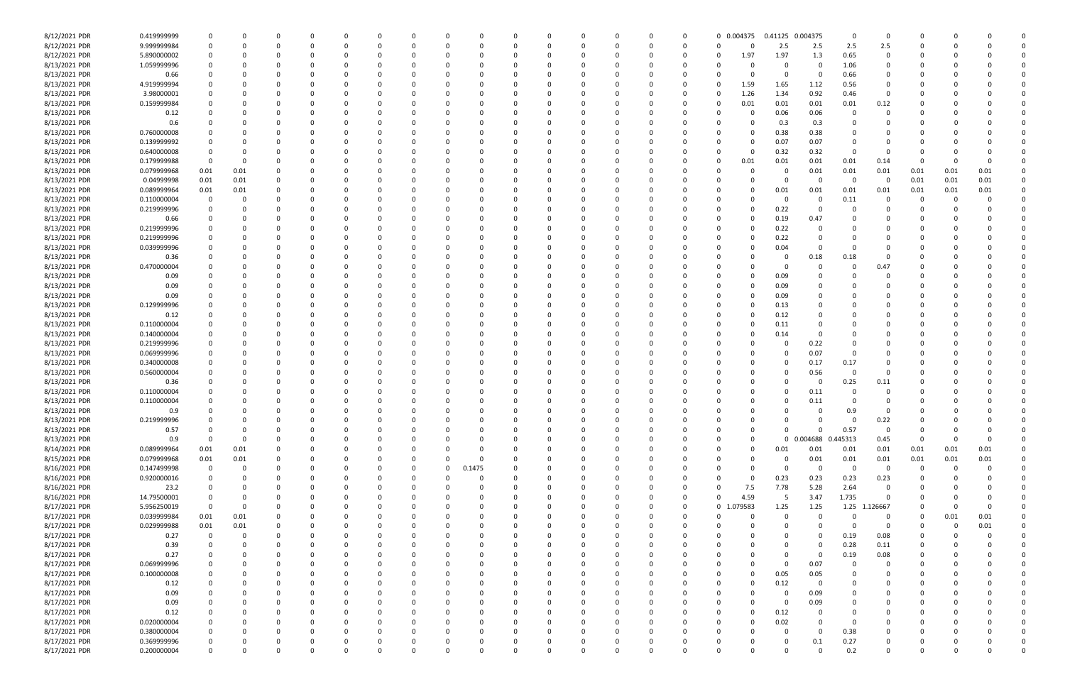| | | | | | | | | | | | | | | | | | | | | | | | | | | | | |
|---|---|---|---|---|---|---|---|---|---|---|---|---|---|---|---|---|---|---|---|---|---|---|---|---|---|---|---|---|
| 8/12/2021 PDR | 0.419999999 | 0 | 0 | 0 | 0 | 0 | 0 | 0 | 0 | 0 | 0 | 0 | 0 | 0 | 0 | 0 | 0 | 0 | 0.004375 | 0.41125 | 0.004375 | 0 | 0 | 0 | 0 | 0 | 0 | 0 |
| 8/12/2021 PDR | 9.999999984 | 0 | 0 | 0 | 0 | 0 | 0 | 0 | 0 | 0 | 0 | 0 | 0 | 0 | 0 | 0 | 0 | 0 | 0 | 2.5 | 2.5 | 2.5 | 2.5 | 0 | 0 | 0 | 0 | 0 |
| 8/12/2021 PDR | 5.890000002 | 0 | 0 | 0 | 0 | 0 | 0 | 0 | 0 | 0 | 0 | 0 | 0 | 0 | 0 | 0 | 0 | 0 | 1.97 | 1.97 | 1.3 | 0.65 | 0 | 0 | 0 | 0 | 0 | 0 |
| 8/13/2021 PDR | 1.059999996 | 0 | 0 | 0 | 0 | 0 | 0 | 0 | 0 | 0 | 0 | 0 | 0 | 0 | 0 | 0 | 0 | 0 | 0 | 0 | 0 | 1.06 | 0 | 0 | 0 | 0 | 0 | 0 |
| 8/13/2021 PDR | 0.66 | 0 | 0 | 0 | 0 | 0 | 0 | 0 | 0 | 0 | 0 | 0 | 0 | 0 | 0 | 0 | 0 | 0 | 0 | 0 | 0 | 0.66 | 0 | 0 | 0 | 0 | 0 | 0 |
| 8/13/2021 PDR | 4.919999994 | 0 | 0 | 0 | 0 | 0 | 0 | 0 | 0 | 0 | 0 | 0 | 0 | 0 | 0 | 0 | 0 | 0 | 1.59 | 1.65 | 1.12 | 0.56 | 0 | 0 | 0 | 0 | 0 | 0 |
| 8/13/2021 PDR | 3.98000001 | 0 | 0 | 0 | 0 | 0 | 0 | 0 | 0 | 0 | 0 | 0 | 0 | 0 | 0 | 0 | 0 | 0 | 1.26 | 1.34 | 0.92 | 0.46 | 0 | 0 | 0 | 0 | 0 | 0 |
| 8/13/2021 PDR | 0.159999984 | 0 | 0 | 0 | 0 | 0 | 0 | 0 | 0 | 0 | 0 | 0 | 0 | 0 | 0 | 0 | 0 | 0 | 0.01 | 0.01 | 0.01 | 0.01 | 0.12 | 0 | 0 | 0 | 0 | 0 |
| 8/13/2021 PDR | 0.12 | 0 | 0 | 0 | 0 | 0 | 0 | 0 | 0 | 0 | 0 | 0 | 0 | 0 | 0 | 0 | 0 | 0 | 0 | 0.06 | 0.06 | 0 | 0 | 0 | 0 | 0 | 0 | 0 |
| 8/13/2021 PDR | 0.6 | 0 | 0 | 0 | 0 | 0 | 0 | 0 | 0 | 0 | 0 | 0 | 0 | 0 | 0 | 0 | 0 | 0 | 0 | 0.3 | 0.3 | 0 | 0 | 0 | 0 | 0 | 0 | 0 |
| 8/13/2021 PDR | 0.760000008 | 0 | 0 | 0 | 0 | 0 | 0 | 0 | 0 | 0 | 0 | 0 | 0 | 0 | 0 | 0 | 0 | 0 | 0 | 0.38 | 0.38 | 0 | 0 | 0 | 0 | 0 | 0 | 0 |
| 8/13/2021 PDR | 0.139999992 | 0 | 0 | 0 | 0 | 0 | 0 | 0 | 0 | 0 | 0 | 0 | 0 | 0 | 0 | 0 | 0 | 0 | 0 | 0.07 | 0.07 | 0 | 0 | 0 | 0 | 0 | 0 | 0 |
| 8/13/2021 PDR | 0.640000008 | 0 | 0 | 0 | 0 | 0 | 0 | 0 | 0 | 0 | 0 | 0 | 0 | 0 | 0 | 0 | 0 | 0 | 0 | 0.32 | 0.32 | 0 | 0 | 0 | 0 | 0 | 0 | 0 |
| 8/13/2021 PDR | 0.179999988 | 0 | 0 | 0 | 0 | 0 | 0 | 0 | 0 | 0 | 0 | 0 | 0 | 0 | 0 | 0 | 0 | 0 | 0.01 | 0.01 | 0.01 | 0.01 | 0.14 | 0 | 0 | 0 | 0 | 0 |
| 8/13/2021 PDR | 0.079999968 | 0.01 | 0.01 | 0 | 0 | 0 | 0 | 0 | 0 | 0 | 0 | 0 | 0 | 0 | 0 | 0 | 0 | 0 | 0 | 0 | 0.01 | 0.01 | 0.01 | 0.01 | 0.01 | 0.01 | 0 | 0 |
| 8/13/2021 PDR | 0.04999998 | 0.01 | 0.01 | 0 | 0 | 0 | 0 | 0 | 0 | 0 | 0 | 0 | 0 | 0 | 0 | 0 | 0 | 0 | 0 | 0 | 0 | 0 | 0 | 0.01 | 0.01 | 0.01 | 0 | 0 |
| 8/13/2021 PDR | 0.089999964 | 0.01 | 0.01 | 0 | 0 | 0 | 0 | 0 | 0 | 0 | 0 | 0 | 0 | 0 | 0 | 0 | 0 | 0 | 0 | 0.01 | 0.01 | 0.01 | 0.01 | 0.01 | 0.01 | 0.01 | 0 | 0 |
| 8/13/2021 PDR | 0.110000004 | 0 | 0 | 0 | 0 | 0 | 0 | 0 | 0 | 0 | 0 | 0 | 0 | 0 | 0 | 0 | 0 | 0 | 0 | 0 | 0 | 0.11 | 0 | 0 | 0 | 0 | 0 | 0 |
| 8/13/2021 PDR | 0.219999996 | 0 | 0 | 0 | 0 | 0 | 0 | 0 | 0 | 0 | 0 | 0 | 0 | 0 | 0 | 0 | 0 | 0 | 0 | 0.22 | 0 | 0 | 0 | 0 | 0 | 0 | 0 | 0 |
| 8/13/2021 PDR | 0.66 | 0 | 0 | 0 | 0 | 0 | 0 | 0 | 0 | 0 | 0 | 0 | 0 | 0 | 0 | 0 | 0 | 0 | 0 | 0.19 | 0.47 | 0 | 0 | 0 | 0 | 0 | 0 | 0 |
| 8/13/2021 PDR | 0.219999996 | 0 | 0 | 0 | 0 | 0 | 0 | 0 | 0 | 0 | 0 | 0 | 0 | 0 | 0 | 0 | 0 | 0 | 0 | 0.22 | 0 | 0 | 0 | 0 | 0 | 0 | 0 | 0 |
| 8/13/2021 PDR | 0.219999996 | 0 | 0 | 0 | 0 | 0 | 0 | 0 | 0 | 0 | 0 | 0 | 0 | 0 | 0 | 0 | 0 | 0 | 0 | 0.22 | 0 | 0 | 0 | 0 | 0 | 0 | 0 | 0 |
| 8/13/2021 PDR | 0.039999996 | 0 | 0 | 0 | 0 | 0 | 0 | 0 | 0 | 0 | 0 | 0 | 0 | 0 | 0 | 0 | 0 | 0 | 0 | 0.04 | 0 | 0 | 0 | 0 | 0 | 0 | 0 | 0 |
| 8/13/2021 PDR | 0.36 | 0 | 0 | 0 | 0 | 0 | 0 | 0 | 0 | 0 | 0 | 0 | 0 | 0 | 0 | 0 | 0 | 0 | 0 | 0 | 0.18 | 0.18 | 0 | 0 | 0 | 0 | 0 | 0 |
| 8/13/2021 PDR | 0.470000004 | 0 | 0 | 0 | 0 | 0 | 0 | 0 | 0 | 0 | 0 | 0 | 0 | 0 | 0 | 0 | 0 | 0 | 0 | 0 | 0 | 0 | 0.47 | 0 | 0 | 0 | 0 | 0 |
| 8/13/2021 PDR | 0.09 | 0 | 0 | 0 | 0 | 0 | 0 | 0 | 0 | 0 | 0 | 0 | 0 | 0 | 0 | 0 | 0 | 0 | 0 | 0.09 | 0 | 0 | 0 | 0 | 0 | 0 | 0 | 0 |
| 8/13/2021 PDR | 0.09 | 0 | 0 | 0 | 0 | 0 | 0 | 0 | 0 | 0 | 0 | 0 | 0 | 0 | 0 | 0 | 0 | 0 | 0 | 0.09 | 0 | 0 | 0 | 0 | 0 | 0 | 0 | 0 |
| 8/13/2021 PDR | 0.09 | 0 | 0 | 0 | 0 | 0 | 0 | 0 | 0 | 0 | 0 | 0 | 0 | 0 | 0 | 0 | 0 | 0 | 0 | 0.09 | 0 | 0 | 0 | 0 | 0 | 0 | 0 | 0 |
| 8/13/2021 PDR | 0.129999996 | 0 | 0 | 0 | 0 | 0 | 0 | 0 | 0 | 0 | 0 | 0 | 0 | 0 | 0 | 0 | 0 | 0 | 0 | 0.13 | 0 | 0 | 0 | 0 | 0 | 0 | 0 | 0 |
| 8/13/2021 PDR | 0.12 | 0 | 0 | 0 | 0 | 0 | 0 | 0 | 0 | 0 | 0 | 0 | 0 | 0 | 0 | 0 | 0 | 0 | 0 | 0.12 | 0 | 0 | 0 | 0 | 0 | 0 | 0 | 0 |
| 8/13/2021 PDR | 0.110000004 | 0 | 0 | 0 | 0 | 0 | 0 | 0 | 0 | 0 | 0 | 0 | 0 | 0 | 0 | 0 | 0 | 0 | 0 | 0.11 | 0 | 0 | 0 | 0 | 0 | 0 | 0 | 0 |
| 8/13/2021 PDR | 0.140000004 | 0 | 0 | 0 | 0 | 0 | 0 | 0 | 0 | 0 | 0 | 0 | 0 | 0 | 0 | 0 | 0 | 0 | 0 | 0.14 | 0 | 0 | 0 | 0 | 0 | 0 | 0 | 0 |
| 8/13/2021 PDR | 0.219999996 | 0 | 0 | 0 | 0 | 0 | 0 | 0 | 0 | 0 | 0 | 0 | 0 | 0 | 0 | 0 | 0 | 0 | 0 | 0 | 0.22 | 0 | 0 | 0 | 0 | 0 | 0 | 0 |
| 8/13/2021 PDR | 0.069999996 | 0 | 0 | 0 | 0 | 0 | 0 | 0 | 0 | 0 | 0 | 0 | 0 | 0 | 0 | 0 | 0 | 0 | 0 | 0 | 0.07 | 0 | 0 | 0 | 0 | 0 | 0 | 0 |
| 8/13/2021 PDR | 0.340000008 | 0 | 0 | 0 | 0 | 0 | 0 | 0 | 0 | 0 | 0 | 0 | 0 | 0 | 0 | 0 | 0 | 0 | 0 | 0 | 0.17 | 0.17 | 0 | 0 | 0 | 0 | 0 | 0 |
| 8/13/2021 PDR | 0.560000004 | 0 | 0 | 0 | 0 | 0 | 0 | 0 | 0 | 0 | 0 | 0 | 0 | 0 | 0 | 0 | 0 | 0 | 0 | 0 | 0.56 | 0 | 0 | 0 | 0 | 0 | 0 | 0 |
| 8/13/2021 PDR | 0.36 | 0 | 0 | 0 | 0 | 0 | 0 | 0 | 0 | 0 | 0 | 0 | 0 | 0 | 0 | 0 | 0 | 0 | 0 | 0 | 0 | 0.25 | 0.11 | 0 | 0 | 0 | 0 | 0 |
| 8/13/2021 PDR | 0.110000004 | 0 | 0 | 0 | 0 | 0 | 0 | 0 | 0 | 0 | 0 | 0 | 0 | 0 | 0 | 0 | 0 | 0 | 0 | 0 | 0.11 | 0 | 0 | 0 | 0 | 0 | 0 | 0 |
| 8/13/2021 PDR | 0.110000004 | 0 | 0 | 0 | 0 | 0 | 0 | 0 | 0 | 0 | 0 | 0 | 0 | 0 | 0 | 0 | 0 | 0 | 0 | 0 | 0.11 | 0 | 0 | 0 | 0 | 0 | 0 | 0 |
| 8/13/2021 PDR | 0.9 | 0 | 0 | 0 | 0 | 0 | 0 | 0 | 0 | 0 | 0 | 0 | 0 | 0 | 0 | 0 | 0 | 0 | 0 | 0 | 0 | 0.9 | 0 | 0 | 0 | 0 | 0 | 0 |
| 8/13/2021 PDR | 0.219999996 | 0 | 0 | 0 | 0 | 0 | 0 | 0 | 0 | 0 | 0 | 0 | 0 | 0 | 0 | 0 | 0 | 0 | 0 | 0 | 0 | 0 | 0.22 | 0 | 0 | 0 | 0 | 0 |
| 8/13/2021 PDR | 0.57 | 0 | 0 | 0 | 0 | 0 | 0 | 0 | 0 | 0 | 0 | 0 | 0 | 0 | 0 | 0 | 0 | 0 | 0 | 0 | 0 | 0.57 | 0 | 0 | 0 | 0 | 0 | 0 |
| 8/13/2021 PDR | 0.9 | 0 | 0 | 0 | 0 | 0 | 0 | 0 | 0 | 0 | 0 | 0 | 0 | 0 | 0 | 0 | 0 | 0 | 0 | 0 | 0.004688 | 0.445313 | 0.45 | 0 | 0 | 0 | 0 | 0 |
| 8/14/2021 PDR | 0.089999964 | 0.01 | 0.01 | 0 | 0 | 0 | 0 | 0 | 0 | 0 | 0 | 0 | 0 | 0 | 0 | 0 | 0 | 0 | 0 | 0.01 | 0.01 | 0.01 | 0.01 | 0.01 | 0.01 | 0.01 | 0 | 0 |
| 8/15/2021 PDR | 0.079999968 | 0.01 | 0.01 | 0 | 0 | 0 | 0 | 0 | 0 | 0 | 0 | 0 | 0 | 0 | 0 | 0 | 0 | 0 | 0 | 0 | 0.01 | 0.01 | 0.01 | 0.01 | 0.01 | 0.01 | 0 | 0 |
| 8/16/2021 PDR | 0.147499998 | 0 | 0 | 0 | 0 | 0 | 0 | 0 | 0 | 0.1475 | 0 | 0 | 0 | 0 | 0 | 0 | 0 | 0 | 0 | 0 | 0 | 0 | 0 | 0 | 0 | 0 | 0 | 0 |
| 8/16/2021 PDR | 0.920000016 | 0 | 0 | 0 | 0 | 0 | 0 | 0 | 0 | 0 | 0 | 0 | 0 | 0 | 0 | 0 | 0 | 0 | 0 | 0.23 | 0.23 | 0.23 | 0.23 | 0 | 0 | 0 | 0 | 0 |
| 8/16/2021 PDR | 23.2 | 0 | 0 | 0 | 0 | 0 | 0 | 0 | 0 | 0 | 0 | 0 | 0 | 0 | 0 | 0 | 0 | 0 | 7.5 | 7.78 | 5.28 | 2.64 | 0 | 0 | 0 | 0 | 0 | 0 |
| 8/16/2021 PDR | 14.79500001 | 0 | 0 | 0 | 0 | 0 | 0 | 0 | 0 | 0 | 0 | 0 | 0 | 0 | 0 | 0 | 0 | 0 | 4.59 | 5 | 3.47 | 1.735 | 0 | 0 | 0 | 0 | 0 | 0 |
| 8/17/2021 PDR | 5.956250019 | 0 | 0 | 0 | 0 | 0 | 0 | 0 | 0 | 0 | 0 | 0 | 0 | 0 | 0 | 0 | 0 | 0 | 1.079583 | 1.25 | 1.25 | 1.25 | 1.126667 | 0 | 0 | 0 | 0 | 0 |
| 8/17/2021 PDR | 0.039999984 | 0.01 | 0.01 | 0 | 0 | 0 | 0 | 0 | 0 | 0 | 0 | 0 | 0 | 0 | 0 | 0 | 0 | 0 | 0 | 0 | 0 | 0 | 0 | 0 | 0 | 0.01 | 0.01 | 0 |
| 8/17/2021 PDR | 0.029999988 | 0.01 | 0.01 | 0 | 0 | 0 | 0 | 0 | 0 | 0 | 0 | 0 | 0 | 0 | 0 | 0 | 0 | 0 | 0 | 0 | 0 | 0 | 0 | 0 | 0 | 0 | 0.01 | 0 |
| 8/17/2021 PDR | 0.27 | 0 | 0 | 0 | 0 | 0 | 0 | 0 | 0 | 0 | 0 | 0 | 0 | 0 | 0 | 0 | 0 | 0 | 0 | 0 | 0 | 0.19 | 0.08 | 0 | 0 | 0 | 0 | 0 |
| 8/17/2021 PDR | 0.39 | 0 | 0 | 0 | 0 | 0 | 0 | 0 | 0 | 0 | 0 | 0 | 0 | 0 | 0 | 0 | 0 | 0 | 0 | 0 | 0 | 0.28 | 0.11 | 0 | 0 | 0 | 0 | 0 |
| 8/17/2021 PDR | 0.27 | 0 | 0 | 0 | 0 | 0 | 0 | 0 | 0 | 0 | 0 | 0 | 0 | 0 | 0 | 0 | 0 | 0 | 0 | 0 | 0 | 0.19 | 0.08 | 0 | 0 | 0 | 0 | 0 |
| 8/17/2021 PDR | 0.069999996 | 0 | 0 | 0 | 0 | 0 | 0 | 0 | 0 | 0 | 0 | 0 | 0 | 0 | 0 | 0 | 0 | 0 | 0 | 0 | 0.07 | 0 | 0 | 0 | 0 | 0 | 0 | 0 |
| 8/17/2021 PDR | 0.100000008 | 0 | 0 | 0 | 0 | 0 | 0 | 0 | 0 | 0 | 0 | 0 | 0 | 0 | 0 | 0 | 0 | 0 | 0 | 0.05 | 0.05 | 0 | 0 | 0 | 0 | 0 | 0 | 0 |
| 8/17/2021 PDR | 0.12 | 0 | 0 | 0 | 0 | 0 | 0 | 0 | 0 | 0 | 0 | 0 | 0 | 0 | 0 | 0 | 0 | 0 | 0 | 0.12 | 0 | 0 | 0 | 0 | 0 | 0 | 0 | 0 |
| 8/17/2021 PDR | 0.09 | 0 | 0 | 0 | 0 | 0 | 0 | 0 | 0 | 0 | 0 | 0 | 0 | 0 | 0 | 0 | 0 | 0 | 0 | 0 | 0.09 | 0 | 0 | 0 | 0 | 0 | 0 | 0 |
| 8/17/2021 PDR | 0.09 | 0 | 0 | 0 | 0 | 0 | 0 | 0 | 0 | 0 | 0 | 0 | 0 | 0 | 0 | 0 | 0 | 0 | 0 | 0 | 0.09 | 0 | 0 | 0 | 0 | 0 | 0 | 0 |
| 8/17/2021 PDR | 0.12 | 0 | 0 | 0 | 0 | 0 | 0 | 0 | 0 | 0 | 0 | 0 | 0 | 0 | 0 | 0 | 0 | 0 | 0 | 0.12 | 0 | 0 | 0 | 0 | 0 | 0 | 0 | 0 |
| 8/17/2021 PDR | 0.020000004 | 0 | 0 | 0 | 0 | 0 | 0 | 0 | 0 | 0 | 0 | 0 | 0 | 0 | 0 | 0 | 0 | 0 | 0 | 0.02 | 0 | 0 | 0 | 0 | 0 | 0 | 0 | 0 |
| 8/17/2021 PDR | 0.380000004 | 0 | 0 | 0 | 0 | 0 | 0 | 0 | 0 | 0 | 0 | 0 | 0 | 0 | 0 | 0 | 0 | 0 | 0 | 0 | 0 | 0.38 | 0 | 0 | 0 | 0 | 0 | 0 |
| 8/17/2021 PDR | 0.369999996 | 0 | 0 | 0 | 0 | 0 | 0 | 0 | 0 | 0 | 0 | 0 | 0 | 0 | 0 | 0 | 0 | 0 | 0 | 0 | 0.1 | 0.27 | 0 | 0 | 0 | 0 | 0 | 0 |
| 8/17/2021 PDR | 0.200000004 | 0 | 0 | 0 | 0 | 0 | 0 | 0 | 0 | 0 | 0 | 0 | 0 | 0 | 0 | 0 | 0 | 0 | 0 | 0 | 0 | 0.2 | 0 | 0 | 0 | 0 | 0 | 0 |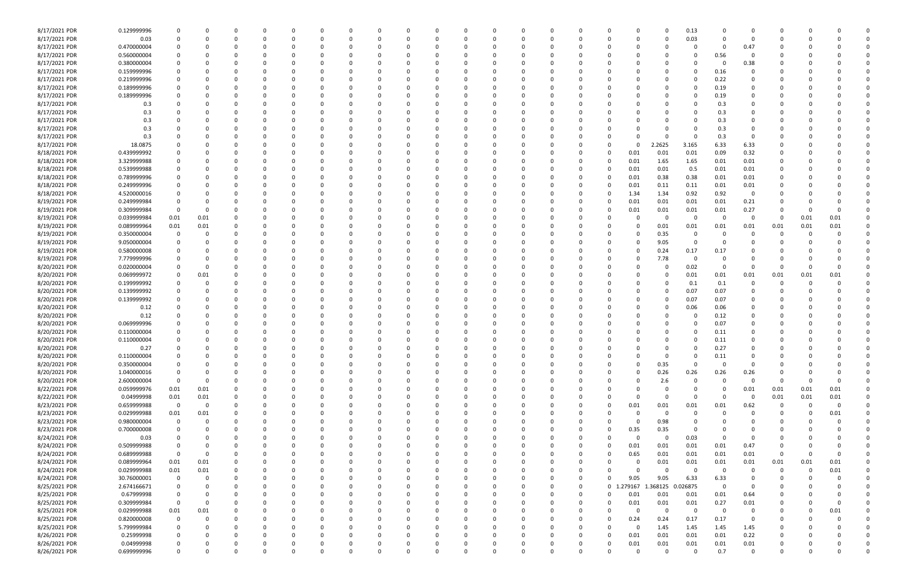| | | | | | | | | | | | | | | | | | | | | | | | | | | | | |
|---|---|---|---|---|---|---|---|---|---|---|---|---|---|---|---|---|---|---|---|---|---|---|---|---|---|---|---|---|
| 8/17/2021 PDR | 0.129999996 | 0 | 0 | 0 | 0 | 0 | 0 | 0 | 0 | 0 | 0 | 0 | 0 | 0 | 0 | 0 | 0 | 0 | 0 | 0 | 0 | 0.13 | 0 | 0 | 0 | 0 | 0 | 0 |
| 8/17/2021 PDR | 0.03 | 0 | 0 | 0 | 0 | 0 | 0 | 0 | 0 | 0 | 0 | 0 | 0 | 0 | 0 | 0 | 0 | 0 | 0 | 0 | 0 | 0.03 | 0 | 0 | 0 | 0 | 0 | 0 |
| 8/17/2021 PDR | 0.470000004 | 0 | 0 | 0 | 0 | 0 | 0 | 0 | 0 | 0 | 0 | 0 | 0 | 0 | 0 | 0 | 0 | 0 | 0 | 0 | 0 | 0 | 0 | 0.47 | 0 | 0 | 0 | 0 |
| 8/17/2021 PDR | 0.560000004 | 0 | 0 | 0 | 0 | 0 | 0 | 0 | 0 | 0 | 0 | 0 | 0 | 0 | 0 | 0 | 0 | 0 | 0 | 0 | 0 | 0 | 0.56 | 0 | 0 | 0 | 0 | 0 |
| 8/17/2021 PDR | 0.380000004 | 0 | 0 | 0 | 0 | 0 | 0 | 0 | 0 | 0 | 0 | 0 | 0 | 0 | 0 | 0 | 0 | 0 | 0 | 0 | 0 | 0 | 0 | 0.38 | 0 | 0 | 0 | 0 |
| 8/17/2021 PDR | 0.159999996 | 0 | 0 | 0 | 0 | 0 | 0 | 0 | 0 | 0 | 0 | 0 | 0 | 0 | 0 | 0 | 0 | 0 | 0 | 0 | 0 | 0 | 0.16 | 0 | 0 | 0 | 0 | 0 |
| 8/17/2021 PDR | 0.219999996 | 0 | 0 | 0 | 0 | 0 | 0 | 0 | 0 | 0 | 0 | 0 | 0 | 0 | 0 | 0 | 0 | 0 | 0 | 0 | 0 | 0 | 0.22 | 0 | 0 | 0 | 0 | 0 |
| 8/17/2021 PDR | 0.189999996 | 0 | 0 | 0 | 0 | 0 | 0 | 0 | 0 | 0 | 0 | 0 | 0 | 0 | 0 | 0 | 0 | 0 | 0 | 0 | 0 | 0 | 0.19 | 0 | 0 | 0 | 0 | 0 |
| 8/17/2021 PDR | 0.189999996 | 0 | 0 | 0 | 0 | 0 | 0 | 0 | 0 | 0 | 0 | 0 | 0 | 0 | 0 | 0 | 0 | 0 | 0 | 0 | 0 | 0 | 0.19 | 0 | 0 | 0 | 0 | 0 |
| 8/17/2021 PDR | 0.3 | 0 | 0 | 0 | 0 | 0 | 0 | 0 | 0 | 0 | 0 | 0 | 0 | 0 | 0 | 0 | 0 | 0 | 0 | 0 | 0 | 0.3 | 0 | 0 | 0 | 0 | 0 | 0 |
| 8/17/2021 PDR | 0.3 | 0 | 0 | 0 | 0 | 0 | 0 | 0 | 0 | 0 | 0 | 0 | 0 | 0 | 0 | 0 | 0 | 0 | 0 | 0 | 0 | 0.3 | 0 | 0 | 0 | 0 | 0 | 0 |
| 8/17/2021 PDR | 0.3 | 0 | 0 | 0 | 0 | 0 | 0 | 0 | 0 | 0 | 0 | 0 | 0 | 0 | 0 | 0 | 0 | 0 | 0 | 0 | 0 | 0.3 | 0 | 0 | 0 | 0 | 0 | 0 |
| 8/17/2021 PDR | 0.3 | 0 | 0 | 0 | 0 | 0 | 0 | 0 | 0 | 0 | 0 | 0 | 0 | 0 | 0 | 0 | 0 | 0 | 0 | 0 | 0 | 0.3 | 0 | 0 | 0 | 0 | 0 | 0 |
| 8/17/2021 PDR | 0.3 | 0 | 0 | 0 | 0 | 0 | 0 | 0 | 0 | 0 | 0 | 0 | 0 | 0 | 0 | 0 | 0 | 0 | 0 | 0 | 0 | 0.3 | 0 | 0 | 0 | 0 | 0 | 0 |
| 8/17/2021 PDR | 18.0875 | 0 | 0 | 0 | 0 | 0 | 0 | 0 | 0 | 0 | 0 | 0 | 0 | 0 | 0 | 0 | 0 | 0 | 0 | 2.2625 | 3.165 | 6.33 | 6.33 | 0 | 0 | 0 | 0 | 0 |
| 8/18/2021 PDR | 0.439999992 | 0 | 0 | 0 | 0 | 0 | 0 | 0 | 0 | 0 | 0 | 0 | 0 | 0 | 0 | 0 | 0 | 0 | 0.01 | 0.01 | 0.01 | 0.09 | 0.32 | 0 | 0 | 0 | 0 | 0 |
| 8/18/2021 PDR | 3.329999988 | 0 | 0 | 0 | 0 | 0 | 0 | 0 | 0 | 0 | 0 | 0 | 0 | 0 | 0 | 0 | 0 | 0 | 0.01 | 1.65 | 1.65 | 0.01 | 0.01 | 0 | 0 | 0 | 0 | 0 |
| 8/18/2021 PDR | 0.539999988 | 0 | 0 | 0 | 0 | 0 | 0 | 0 | 0 | 0 | 0 | 0 | 0 | 0 | 0 | 0 | 0 | 0 | 0.01 | 0.01 | 0.5 | 0.01 | 0.01 | 0 | 0 | 0 | 0 | 0 |
| 8/18/2021 PDR | 0.789999996 | 0 | 0 | 0 | 0 | 0 | 0 | 0 | 0 | 0 | 0 | 0 | 0 | 0 | 0 | 0 | 0 | 0 | 0.01 | 0.38 | 0.38 | 0.01 | 0.01 | 0 | 0 | 0 | 0 | 0 |
| 8/18/2021 PDR | 0.249999996 | 0 | 0 | 0 | 0 | 0 | 0 | 0 | 0 | 0 | 0 | 0 | 0 | 0 | 0 | 0 | 0 | 0 | 0.01 | 0.11 | 0.11 | 0.01 | 0.01 | 0 | 0 | 0 | 0 | 0 |
| 8/18/2021 PDR | 4.520000016 | 0 | 0 | 0 | 0 | 0 | 0 | 0 | 0 | 0 | 0 | 0 | 0 | 0 | 0 | 0 | 0 | 0 | 1.34 | 1.34 | 0.92 | 0.92 | 0 | 0 | 0 | 0 | 0 | 0 |
| 8/19/2021 PDR | 0.249999984 | 0 | 0 | 0 | 0 | 0 | 0 | 0 | 0 | 0 | 0 | 0 | 0 | 0 | 0 | 0 | 0 | 0 | 0.01 | 0.01 | 0.01 | 0.01 | 0.21 | 0 | 0 | 0 | 0 | 0 |
| 8/19/2021 PDR | 0.309999984 | 0 | 0 | 0 | 0 | 0 | 0 | 0 | 0 | 0 | 0 | 0 | 0 | 0 | 0 | 0 | 0 | 0 | 0.01 | 0.01 | 0.01 | 0.01 | 0.27 | 0 | 0 | 0 | 0 | 0 |
| 8/19/2021 PDR | 0.039999984 | 0.01 | 0.01 | 0 | 0 | 0 | 0 | 0 | 0 | 0 | 0 | 0 | 0 | 0 | 0 | 0 | 0 | 0 | 0 | 0 | 0 | 0 | 0 | 0 | 0 | 0.01 | 0.01 | 0 |
| 8/19/2021 PDR | 0.089999964 | 0.01 | 0.01 | 0 | 0 | 0 | 0 | 0 | 0 | 0 | 0 | 0 | 0 | 0 | 0 | 0 | 0 | 0 | 0 | 0 | 0.01 | 0.01 | 0.01 | 0.01 | 0.01 | 0.01 | 0.01 | 0 |
| 8/19/2021 PDR | 0.350000004 | 0 | 0 | 0 | 0 | 0 | 0 | 0 | 0 | 0 | 0 | 0 | 0 | 0 | 0 | 0 | 0 | 0 | 0 | 0.35 | 0 | 0 | 0 | 0 | 0 | 0 | 0 | 0 |
| 8/19/2021 PDR | 9.050000004 | 0 | 0 | 0 | 0 | 0 | 0 | 0 | 0 | 0 | 0 | 0 | 0 | 0 | 0 | 0 | 0 | 0 | 0 | 9.05 | 0 | 0 | 0 | 0 | 0 | 0 | 0 | 0 |
| 8/19/2021 PDR | 0.580000008 | 0 | 0 | 0 | 0 | 0 | 0 | 0 | 0 | 0 | 0 | 0 | 0 | 0 | 0 | 0 | 0 | 0 | 0 | 0.24 | 0.17 | 0.17 | 0 | 0 | 0 | 0 | 0 | 0 |
| 8/19/2021 PDR | 7.779999996 | 0 | 0 | 0 | 0 | 0 | 0 | 0 | 0 | 0 | 0 | 0 | 0 | 0 | 0 | 0 | 0 | 0 | 0 | 7.78 | 0 | 0 | 0 | 0 | 0 | 0 | 0 | 0 |
| 8/20/2021 PDR | 0.020000004 | 0 | 0 | 0 | 0 | 0 | 0 | 0 | 0 | 0 | 0 | 0 | 0 | 0 | 0 | 0 | 0 | 0 | 0 | 0 | 0 | 0.02 | 0 | 0 | 0 | 0 | 0 | 0 |
| 8/20/2021 PDR | 0.069999972 | 0 | 0.01 | 0 | 0 | 0 | 0 | 0 | 0 | 0 | 0 | 0 | 0 | 0 | 0 | 0 | 0 | 0 | 0 | 0 | 0 | 0.01 | 0.01 | 0.01 | 0.01 | 0.01 | 0.01 | 0 |
| 8/20/2021 PDR | 0.199999992 | 0 | 0 | 0 | 0 | 0 | 0 | 0 | 0 | 0 | 0 | 0 | 0 | 0 | 0 | 0 | 0 | 0 | 0 | 0 | 0 | 0.1 | 0.1 | 0 | 0 | 0 | 0 | 0 |
| 8/20/2021 PDR | 0.139999992 | 0 | 0 | 0 | 0 | 0 | 0 | 0 | 0 | 0 | 0 | 0 | 0 | 0 | 0 | 0 | 0 | 0 | 0 | 0 | 0 | 0.07 | 0.07 | 0 | 0 | 0 | 0 | 0 |
| 8/20/2021 PDR | 0.139999992 | 0 | 0 | 0 | 0 | 0 | 0 | 0 | 0 | 0 | 0 | 0 | 0 | 0 | 0 | 0 | 0 | 0 | 0 | 0 | 0 | 0.07 | 0.07 | 0 | 0 | 0 | 0 | 0 |
| 8/20/2021 PDR | 0.12 | 0 | 0 | 0 | 0 | 0 | 0 | 0 | 0 | 0 | 0 | 0 | 0 | 0 | 0 | 0 | 0 | 0 | 0 | 0 | 0 | 0.06 | 0.06 | 0 | 0 | 0 | 0 | 0 |
| 8/20/2021 PDR | 0.12 | 0 | 0 | 0 | 0 | 0 | 0 | 0 | 0 | 0 | 0 | 0 | 0 | 0 | 0 | 0 | 0 | 0 | 0 | 0 | 0 | 0 | 0.12 | 0 | 0 | 0 | 0 | 0 |
| 8/20/2021 PDR | 0.069999996 | 0 | 0 | 0 | 0 | 0 | 0 | 0 | 0 | 0 | 0 | 0 | 0 | 0 | 0 | 0 | 0 | 0 | 0 | 0 | 0 | 0 | 0.07 | 0 | 0 | 0 | 0 | 0 |
| 8/20/2021 PDR | 0.110000004 | 0 | 0 | 0 | 0 | 0 | 0 | 0 | 0 | 0 | 0 | 0 | 0 | 0 | 0 | 0 | 0 | 0 | 0 | 0 | 0 | 0 | 0.11 | 0 | 0 | 0 | 0 | 0 |
| 8/20/2021 PDR | 0.110000004 | 0 | 0 | 0 | 0 | 0 | 0 | 0 | 0 | 0 | 0 | 0 | 0 | 0 | 0 | 0 | 0 | 0 | 0 | 0 | 0 | 0 | 0.11 | 0 | 0 | 0 | 0 | 0 |
| 8/20/2021 PDR | 0.27 | 0 | 0 | 0 | 0 | 0 | 0 | 0 | 0 | 0 | 0 | 0 | 0 | 0 | 0 | 0 | 0 | 0 | 0 | 0 | 0 | 0 | 0.27 | 0 | 0 | 0 | 0 | 0 |
| 8/20/2021 PDR | 0.110000004 | 0 | 0 | 0 | 0 | 0 | 0 | 0 | 0 | 0 | 0 | 0 | 0 | 0 | 0 | 0 | 0 | 0 | 0 | 0 | 0 | 0 | 0.11 | 0 | 0 | 0 | 0 | 0 |
| 8/20/2021 PDR | 0.350000004 | 0 | 0 | 0 | 0 | 0 | 0 | 0 | 0 | 0 | 0 | 0 | 0 | 0 | 0 | 0 | 0 | 0 | 0 | 0.35 | 0 | 0 | 0 | 0 | 0 | 0 | 0 | 0 |
| 8/20/2021 PDR | 1.040000016 | 0 | 0 | 0 | 0 | 0 | 0 | 0 | 0 | 0 | 0 | 0 | 0 | 0 | 0 | 0 | 0 | 0 | 0 | 0.26 | 0.26 | 0.26 | 0.26 | 0 | 0 | 0 | 0 | 0 |
| 8/20/2021 PDR | 2.600000004 | 0 | 0 | 0 | 0 | 0 | 0 | 0 | 0 | 0 | 0 | 0 | 0 | 0 | 0 | 0 | 0 | 0 | 0 | 2.6 | 0 | 0 | 0 | 0 | 0 | 0 | 0 | 0 |
| 8/22/2021 PDR | 0.059999976 | 0.01 | 0.01 | 0 | 0 | 0 | 0 | 0 | 0 | 0 | 0 | 0 | 0 | 0 | 0 | 0 | 0 | 0 | 0 | 0 | 0 | 0 | 0 | 0.01 | 0.01 | 0.01 | 0.01 | 0 |
| 8/22/2021 PDR | 0.04999998 | 0.01 | 0.01 | 0 | 0 | 0 | 0 | 0 | 0 | 0 | 0 | 0 | 0 | 0 | 0 | 0 | 0 | 0 | 0 | 0 | 0 | 0 | 0 | 0 | 0.01 | 0.01 | 0.01 | 0 |
| 8/23/2021 PDR | 0.659999988 | 0 | 0 | 0 | 0 | 0 | 0 | 0 | 0 | 0 | 0 | 0 | 0 | 0 | 0 | 0 | 0 | 0 | 0.01 | 0.01 | 0.01 | 0.01 | 0.62 | 0 | 0 | 0 | 0 | 0 |
| 8/23/2021 PDR | 0.029999988 | 0.01 | 0.01 | 0 | 0 | 0 | 0 | 0 | 0 | 0 | 0 | 0 | 0 | 0 | 0 | 0 | 0 | 0 | 0 | 0 | 0 | 0 | 0 | 0 | 0 | 0 | 0.01 | 0 |
| 8/23/2021 PDR | 0.980000004 | 0 | 0 | 0 | 0 | 0 | 0 | 0 | 0 | 0 | 0 | 0 | 0 | 0 | 0 | 0 | 0 | 0 | 0 | 0.98 | 0 | 0 | 0 | 0 | 0 | 0 | 0 | 0 |
| 8/23/2021 PDR | 0.700000008 | 0 | 0 | 0 | 0 | 0 | 0 | 0 | 0 | 0 | 0 | 0 | 0 | 0 | 0 | 0 | 0 | 0 | 0.35 | 0.35 | 0 | 0 | 0 | 0 | 0 | 0 | 0 | 0 |
| 8/24/2021 PDR | 0.03 | 0 | 0 | 0 | 0 | 0 | 0 | 0 | 0 | 0 | 0 | 0 | 0 | 0 | 0 | 0 | 0 | 0 | 0 | 0 | 0.03 | 0 | 0 | 0 | 0 | 0 | 0 | 0 |
| 8/24/2021 PDR | 0.509999988 | 0 | 0 | 0 | 0 | 0 | 0 | 0 | 0 | 0 | 0 | 0 | 0 | 0 | 0 | 0 | 0 | 0 | 0.01 | 0.01 | 0.01 | 0.01 | 0.47 | 0 | 0 | 0 | 0 | 0 |
| 8/24/2021 PDR | 0.689999988 | 0 | 0 | 0 | 0 | 0 | 0 | 0 | 0 | 0 | 0 | 0 | 0 | 0 | 0 | 0 | 0 | 0 | 0.65 | 0.01 | 0.01 | 0.01 | 0.01 | 0 | 0 | 0 | 0 | 0 |
| 8/24/2021 PDR | 0.089999964 | 0.01 | 0.01 | 0 | 0 | 0 | 0 | 0 | 0 | 0 | 0 | 0 | 0 | 0 | 0 | 0 | 0 | 0 | 0 | 0 | 0.01 | 0.01 | 0.01 | 0.01 | 0.01 | 0.01 | 0.01 | 0 |
| 8/24/2021 PDR | 0.029999988 | 0.01 | 0.01 | 0 | 0 | 0 | 0 | 0 | 0 | 0 | 0 | 0 | 0 | 0 | 0 | 0 | 0 | 0 | 0 | 0 | 0 | 0 | 0 | 0 | 0 | 0 | 0.01 | 0 |
| 8/24/2021 PDR | 30.76000001 | 0 | 0 | 0 | 0 | 0 | 0 | 0 | 0 | 0 | 0 | 0 | 0 | 0 | 0 | 0 | 0 | 0 | 9.05 | 9.05 | 6.33 | 6.33 | 0 | 0 | 0 | 0 | 0 | 0 |
| 8/25/2021 PDR | 2.674166671 | 0 | 0 | 0 | 0 | 0 | 0 | 0 | 0 | 0 | 0 | 0 | 0 | 0 | 0 | 0 | 0 | 0 | 1.279167 | 1.368125 | 0.026875 | 0 | 0 | 0 | 0 | 0 | 0 | 0 |
| 8/25/2021 PDR | 0.67999998 | 0 | 0 | 0 | 0 | 0 | 0 | 0 | 0 | 0 | 0 | 0 | 0 | 0 | 0 | 0 | 0 | 0 | 0.01 | 0.01 | 0.01 | 0.01 | 0.64 | 0 | 0 | 0 | 0 | 0 |
| 8/25/2021 PDR | 0.309999984 | 0 | 0 | 0 | 0 | 0 | 0 | 0 | 0 | 0 | 0 | 0 | 0 | 0 | 0 | 0 | 0 | 0 | 0.01 | 0.01 | 0.01 | 0.27 | 0.01 | 0 | 0 | 0 | 0 | 0 |
| 8/25/2021 PDR | 0.029999988 | 0.01 | 0.01 | 0 | 0 | 0 | 0 | 0 | 0 | 0 | 0 | 0 | 0 | 0 | 0 | 0 | 0 | 0 | 0 | 0 | 0 | 0 | 0 | 0 | 0 | 0 | 0.01 | 0 |
| 8/25/2021 PDR | 0.820000008 | 0 | 0 | 0 | 0 | 0 | 0 | 0 | 0 | 0 | 0 | 0 | 0 | 0 | 0 | 0 | 0 | 0 | 0.24 | 0.24 | 0.17 | 0.17 | 0 | 0 | 0 | 0 | 0 | 0 |
| 8/25/2021 PDR | 5.799999984 | 0 | 0 | 0 | 0 | 0 | 0 | 0 | 0 | 0 | 0 | 0 | 0 | 0 | 0 | 0 | 0 | 0 | 0 | 1.45 | 1.45 | 1.45 | 1.45 | 0 | 0 | 0 | 0 | 0 |
| 8/26/2021 PDR | 0.25999998 | 0 | 0 | 0 | 0 | 0 | 0 | 0 | 0 | 0 | 0 | 0 | 0 | 0 | 0 | 0 | 0 | 0 | 0.01 | 0.01 | 0.01 | 0.01 | 0.22 | 0 | 0 | 0 | 0 | 0 |
| 8/26/2021 PDR | 0.04999998 | 0 | 0 | 0 | 0 | 0 | 0 | 0 | 0 | 0 | 0 | 0 | 0 | 0 | 0 | 0 | 0 | 0 | 0.01 | 0.01 | 0.01 | 0.01 | 0.01 | 0 | 0 | 0 | 0 | 0 |
| 8/26/2021 PDR | 0.699999996 | 0 | 0 | 0 | 0 | 0 | 0 | 0 | 0 | 0 | 0 | 0 | 0 | 0 | 0 | 0 | 0 | 0 | 0 | 0 | 0 | 0 | 0.7 | 0 | 0 | 0 | 0 | 0 |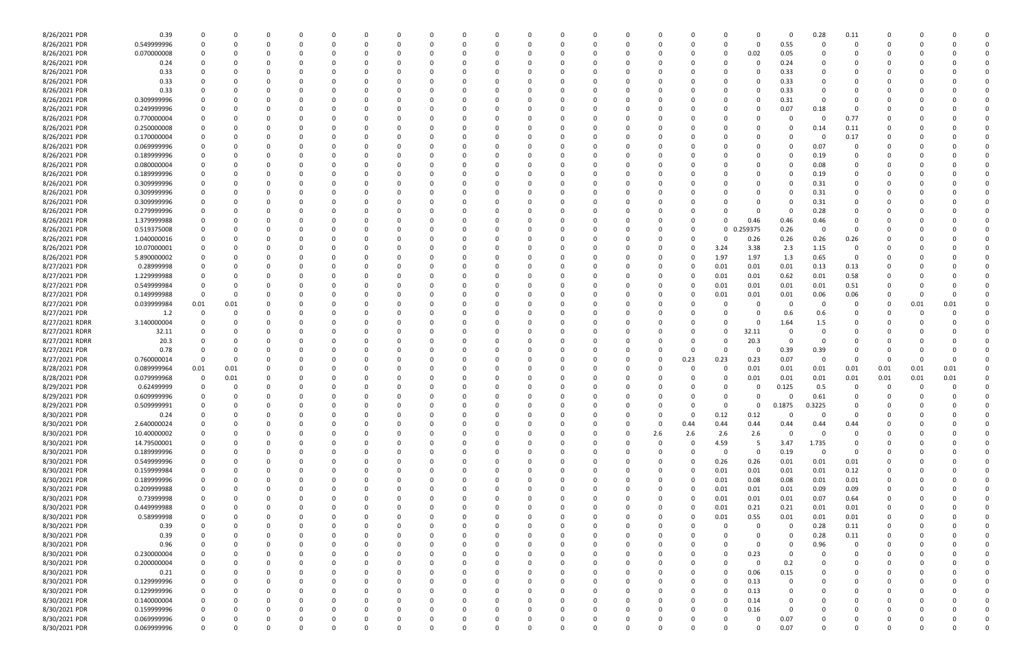| | | | | | | | | | | | | | | | | | | | | | | | | | | | | | | | | |
|---|---|---|---|---|---|---|---|---|---|---|---|---|---|---|---|---|---|---|---|---|---|---|---|---|---|---|---|---|---|---|---|---|
| 8/26/2021 | PDR | 0.39 | 0 | 0 | 0 | 0 | 0 | 0 | 0 | 0 | 0 | 0 | 0 | 0 | 0 | 0 | 0 | 0 | 0 | 0 | 0 | 0 | 0 | 0 | 0 | 0.28 | 0.11 | 0 | 0 | 0 | 0 | 0 |
| 8/26/2021 | PDR | 0.549999996 | 0 | 0 | 0 | 0 | 0 | 0 | 0 | 0 | 0 | 0 | 0 | 0 | 0 | 0 | 0 | 0 | 0 | 0 | 0 | 0 | 0 | 0 | 0.55 | 0 | 0 | 0 | 0 | 0 | 0 | 0 |
| 8/26/2021 | PDR | 0.070000008 | 0 | 0 | 0 | 0 | 0 | 0 | 0 | 0 | 0 | 0 | 0 | 0 | 0 | 0 | 0 | 0 | 0 | 0 | 0 | 0 | 0 | 0.02 | 0.05 | 0 | 0 | 0 | 0 | 0 | 0 | 0 |
| 8/26/2021 | PDR | 0.24 | 0 | 0 | 0 | 0 | 0 | 0 | 0 | 0 | 0 | 0 | 0 | 0 | 0 | 0 | 0 | 0 | 0 | 0 | 0 | 0 | 0 | 0 | 0.24 | 0 | 0 | 0 | 0 | 0 | 0 | 0 |
| 8/26/2021 | PDR | 0.33 | 0 | 0 | 0 | 0 | 0 | 0 | 0 | 0 | 0 | 0 | 0 | 0 | 0 | 0 | 0 | 0 | 0 | 0 | 0 | 0 | 0 | 0 | 0.33 | 0 | 0 | 0 | 0 | 0 | 0 | 0 |
| 8/26/2021 | PDR | 0.33 | 0 | 0 | 0 | 0 | 0 | 0 | 0 | 0 | 0 | 0 | 0 | 0 | 0 | 0 | 0 | 0 | 0 | 0 | 0 | 0 | 0 | 0 | 0.33 | 0 | 0 | 0 | 0 | 0 | 0 | 0 |
| 8/26/2021 | PDR | 0.33 | 0 | 0 | 0 | 0 | 0 | 0 | 0 | 0 | 0 | 0 | 0 | 0 | 0 | 0 | 0 | 0 | 0 | 0 | 0 | 0 | 0 | 0 | 0.33 | 0 | 0 | 0 | 0 | 0 | 0 | 0 |
| 8/26/2021 | PDR | 0.309999996 | 0 | 0 | 0 | 0 | 0 | 0 | 0 | 0 | 0 | 0 | 0 | 0 | 0 | 0 | 0 | 0 | 0 | 0 | 0 | 0 | 0 | 0 | 0.31 | 0 | 0 | 0 | 0 | 0 | 0 | 0 |
| 8/26/2021 | PDR | 0.249999996 | 0 | 0 | 0 | 0 | 0 | 0 | 0 | 0 | 0 | 0 | 0 | 0 | 0 | 0 | 0 | 0 | 0 | 0 | 0 | 0 | 0 | 0 | 0.07 | 0.18 | 0 | 0 | 0 | 0 | 0 | 0 |
| 8/26/2021 | PDR | 0.770000004 | 0 | 0 | 0 | 0 | 0 | 0 | 0 | 0 | 0 | 0 | 0 | 0 | 0 | 0 | 0 | 0 | 0 | 0 | 0 | 0 | 0 | 0 | 0 | 0 | 0.77 | 0 | 0 | 0 | 0 | 0 |
| 8/26/2021 | PDR | 0.250000008 | 0 | 0 | 0 | 0 | 0 | 0 | 0 | 0 | 0 | 0 | 0 | 0 | 0 | 0 | 0 | 0 | 0 | 0 | 0 | 0 | 0 | 0 | 0 | 0.14 | 0.11 | 0 | 0 | 0 | 0 | 0 |
| 8/26/2021 | PDR | 0.170000004 | 0 | 0 | 0 | 0 | 0 | 0 | 0 | 0 | 0 | 0 | 0 | 0 | 0 | 0 | 0 | 0 | 0 | 0 | 0 | 0 | 0 | 0 | 0 | 0 | 0.17 | 0 | 0 | 0 | 0 | 0 |
| 8/26/2021 | PDR | 0.069999996 | 0 | 0 | 0 | 0 | 0 | 0 | 0 | 0 | 0 | 0 | 0 | 0 | 0 | 0 | 0 | 0 | 0 | 0 | 0 | 0 | 0 | 0 | 0 | 0.07 | 0 | 0 | 0 | 0 | 0 | 0 |
| 8/26/2021 | PDR | 0.189999996 | 0 | 0 | 0 | 0 | 0 | 0 | 0 | 0 | 0 | 0 | 0 | 0 | 0 | 0 | 0 | 0 | 0 | 0 | 0 | 0 | 0 | 0 | 0 | 0.19 | 0 | 0 | 0 | 0 | 0 | 0 |
| 8/26/2021 | PDR | 0.080000004 | 0 | 0 | 0 | 0 | 0 | 0 | 0 | 0 | 0 | 0 | 0 | 0 | 0 | 0 | 0 | 0 | 0 | 0 | 0 | 0 | 0 | 0 | 0 | 0.08 | 0 | 0 | 0 | 0 | 0 | 0 |
| 8/26/2021 | PDR | 0.189999996 | 0 | 0 | 0 | 0 | 0 | 0 | 0 | 0 | 0 | 0 | 0 | 0 | 0 | 0 | 0 | 0 | 0 | 0 | 0 | 0 | 0 | 0 | 0 | 0.19 | 0 | 0 | 0 | 0 | 0 | 0 |
| 8/26/2021 | PDR | 0.309999996 | 0 | 0 | 0 | 0 | 0 | 0 | 0 | 0 | 0 | 0 | 0 | 0 | 0 | 0 | 0 | 0 | 0 | 0 | 0 | 0 | 0 | 0 | 0 | 0.31 | 0 | 0 | 0 | 0 | 0 | 0 |
| 8/26/2021 | PDR | 0.309999996 | 0 | 0 | 0 | 0 | 0 | 0 | 0 | 0 | 0 | 0 | 0 | 0 | 0 | 0 | 0 | 0 | 0 | 0 | 0 | 0 | 0 | 0 | 0 | 0.31 | 0 | 0 | 0 | 0 | 0 | 0 |
| 8/26/2021 | PDR | 0.309999996 | 0 | 0 | 0 | 0 | 0 | 0 | 0 | 0 | 0 | 0 | 0 | 0 | 0 | 0 | 0 | 0 | 0 | 0 | 0 | 0 | 0 | 0 | 0 | 0.31 | 0 | 0 | 0 | 0 | 0 | 0 |
| 8/26/2021 | PDR | 0.279999996 | 0 | 0 | 0 | 0 | 0 | 0 | 0 | 0 | 0 | 0 | 0 | 0 | 0 | 0 | 0 | 0 | 0 | 0 | 0 | 0 | 0 | 0 | 0 | 0.28 | 0 | 0 | 0 | 0 | 0 | 0 |
| 8/26/2021 | PDR | 1.379999988 | 0 | 0 | 0 | 0 | 0 | 0 | 0 | 0 | 0 | 0 | 0 | 0 | 0 | 0 | 0 | 0 | 0 | 0 | 0 | 0 | 0 | 0.46 | 0.46 | 0.46 | 0 | 0 | 0 | 0 | 0 | 0 |
| 8/26/2021 | PDR | 0.519375008 | 0 | 0 | 0 | 0 | 0 | 0 | 0 | 0 | 0 | 0 | 0 | 0 | 0 | 0 | 0 | 0 | 0 | 0 | 0 | 0 | 0 | 0.259375 | 0.26 | 0 | 0 | 0 | 0 | 0 | 0 | 0 |
| 8/26/2021 | PDR | 1.040000016 | 0 | 0 | 0 | 0 | 0 | 0 | 0 | 0 | 0 | 0 | 0 | 0 | 0 | 0 | 0 | 0 | 0 | 0 | 0 | 0 | 0 | 0.26 | 0.26 | 0.26 | 0.26 | 0 | 0 | 0 | 0 | 0 |
| 8/26/2021 | PDR | 10.07000001 | 0 | 0 | 0 | 0 | 0 | 0 | 0 | 0 | 0 | 0 | 0 | 0 | 0 | 0 | 0 | 0 | 0 | 0 | 0 | 0 | 3.24 | 3.38 | 2.3 | 1.15 | 0 | 0 | 0 | 0 | 0 | 0 |
| 8/26/2021 | PDR | 5.890000002 | 0 | 0 | 0 | 0 | 0 | 0 | 0 | 0 | 0 | 0 | 0 | 0 | 0 | 0 | 0 | 0 | 0 | 0 | 0 | 0 | 1.97 | 1.97 | 1.3 | 0.65 | 0 | 0 | 0 | 0 | 0 | 0 |
| 8/27/2021 | PDR | 0.28999998 | 0 | 0 | 0 | 0 | 0 | 0 | 0 | 0 | 0 | 0 | 0 | 0 | 0 | 0 | 0 | 0 | 0 | 0 | 0 | 0 | 0.01 | 0.01 | 0.01 | 0.13 | 0.13 | 0 | 0 | 0 | 0 | 0 |
| 8/27/2021 | PDR | 1.229999988 | 0 | 0 | 0 | 0 | 0 | 0 | 0 | 0 | 0 | 0 | 0 | 0 | 0 | 0 | 0 | 0 | 0 | 0 | 0 | 0 | 0.01 | 0.01 | 0.62 | 0.01 | 0.58 | 0 | 0 | 0 | 0 | 0 |
| 8/27/2021 | PDR | 0.549999984 | 0 | 0 | 0 | 0 | 0 | 0 | 0 | 0 | 0 | 0 | 0 | 0 | 0 | 0 | 0 | 0 | 0 | 0 | 0 | 0 | 0.01 | 0.01 | 0.01 | 0.01 | 0.51 | 0 | 0 | 0 | 0 | 0 |
| 8/27/2021 | PDR | 0.149999988 | 0 | 0 | 0 | 0 | 0 | 0 | 0 | 0 | 0 | 0 | 0 | 0 | 0 | 0 | 0 | 0 | 0 | 0 | 0 | 0 | 0.01 | 0.01 | 0.01 | 0.06 | 0.06 | 0 | 0 | 0 | 0 | 0 |
| 8/27/2021 | PDR | 0.039999984 | 0.01 | 0.01 | 0 | 0 | 0 | 0 | 0 | 0 | 0 | 0 | 0 | 0 | 0 | 0 | 0 | 0 | 0 | 0 | 0 | 0 | 0 | 0 | 0 | 0 | 0 | 0 | 0.01 | 0.01 | 0 | 0 |
| 8/27/2021 | PDR | 1.2 | 0 | 0 | 0 | 0 | 0 | 0 | 0 | 0 | 0 | 0 | 0 | 0 | 0 | 0 | 0 | 0 | 0 | 0 | 0 | 0 | 0 | 0 | 0.6 | 0.6 | 0 | 0 | 0 | 0 | 0 | 0 |
| 8/27/2021 | RDRR | 3.140000004 | 0 | 0 | 0 | 0 | 0 | 0 | 0 | 0 | 0 | 0 | 0 | 0 | 0 | 0 | 0 | 0 | 0 | 0 | 0 | 0 | 0 | 0 | 1.64 | 1.5 | 0 | 0 | 0 | 0 | 0 | 0 |
| 8/27/2021 | RDRR | 32.11 | 0 | 0 | 0 | 0 | 0 | 0 | 0 | 0 | 0 | 0 | 0 | 0 | 0 | 0 | 0 | 0 | 0 | 0 | 0 | 0 | 0 | 32.11 | 0 | 0 | 0 | 0 | 0 | 0 | 0 | 0 |
| 8/27/2021 | RDRR | 20.3 | 0 | 0 | 0 | 0 | 0 | 0 | 0 | 0 | 0 | 0 | 0 | 0 | 0 | 0 | 0 | 0 | 0 | 0 | 0 | 0 | 0 | 20.3 | 0 | 0 | 0 | 0 | 0 | 0 | 0 | 0 |
| 8/27/2021 | PDR | 0.78 | 0 | 0 | 0 | 0 | 0 | 0 | 0 | 0 | 0 | 0 | 0 | 0 | 0 | 0 | 0 | 0 | 0 | 0 | 0 | 0 | 0 | 0 | 0.39 | 0.39 | 0 | 0 | 0 | 0 | 0 | 0 |
| 8/27/2021 | PDR | 0.760000014 | 0 | 0 | 0 | 0 | 0 | 0 | 0 | 0 | 0 | 0 | 0 | 0 | 0 | 0 | 0 | 0 | 0 | 0 | 0.23 | 0.23 | 0.23 | 0.07 | 0 | 0 | 0 | 0 | 0 | 0 | 0 | 0 |
| 8/28/2021 | PDR | 0.089999964 | 0.01 | 0.01 | 0 | 0 | 0 | 0 | 0 | 0 | 0 | 0 | 0 | 0 | 0 | 0 | 0 | 0 | 0 | 0 | 0 | 0 | 0 | 0.01 | 0.01 | 0.01 | 0.01 | 0.01 | 0.01 | 0.01 | 0 | 0 |
| 8/28/2021 | PDR | 0.079999968 | 0 | 0.01 | 0 | 0 | 0 | 0 | 0 | 0 | 0 | 0 | 0 | 0 | 0 | 0 | 0 | 0 | 0 | 0 | 0 | 0 | 0 | 0.01 | 0.01 | 0.01 | 0.01 | 0.01 | 0.01 | 0.01 | 0 | 0 |
| 8/29/2021 | PDR | 0.62499999 | 0 | 0 | 0 | 0 | 0 | 0 | 0 | 0 | 0 | 0 | 0 | 0 | 0 | 0 | 0 | 0 | 0 | 0 | 0 | 0 | 0 | 0 | 0.125 | 0.5 | 0 | 0 | 0 | 0 | 0 | 0 |
| 8/29/2021 | PDR | 0.609999996 | 0 | 0 | 0 | 0 | 0 | 0 | 0 | 0 | 0 | 0 | 0 | 0 | 0 | 0 | 0 | 0 | 0 | 0 | 0 | 0 | 0 | 0 | 0 | 0.61 | 0 | 0 | 0 | 0 | 0 | 0 |
| 8/29/2021 | PDR | 0.509999991 | 0 | 0 | 0 | 0 | 0 | 0 | 0 | 0 | 0 | 0 | 0 | 0 | 0 | 0 | 0 | 0 | 0 | 0 | 0 | 0 | 0 | 0 | 0.1875 | 0.3225 | 0 | 0 | 0 | 0 | 0 | 0 |
| 8/30/2021 | PDR | 0.24 | 0 | 0 | 0 | 0 | 0 | 0 | 0 | 0 | 0 | 0 | 0 | 0 | 0 | 0 | 0 | 0 | 0 | 0 | 0 | 0 | 0.12 | 0.12 | 0 | 0 | 0 | 0 | 0 | 0 | 0 | 0 |
| 8/30/2021 | PDR | 2.640000024 | 0 | 0 | 0 | 0 | 0 | 0 | 0 | 0 | 0 | 0 | 0 | 0 | 0 | 0 | 0 | 0 | 0 | 0 | 0.44 | 0.44 | 0.44 | 0.44 | 0.44 | 0.44 | 0 | 0 | 0 | 0 | 0 | 0 |
| 8/30/2021 | PDR | 10.40000002 | 0 | 0 | 0 | 0 | 0 | 0 | 0 | 0 | 0 | 0 | 0 | 0 | 0 | 0 | 0 | 0 | 0 | 0 | 2.6 | 2.6 | 2.6 | 2.6 | 0 | 0 | 0 | 0 | 0 | 0 | 0 | 0 |
| 8/30/2021 | PDR | 14.79500001 | 0 | 0 | 0 | 0 | 0 | 0 | 0 | 0 | 0 | 0 | 0 | 0 | 0 | 0 | 0 | 0 | 0 | 0 | 0 | 0 | 4.59 | 5 | 3.47 | 1.735 | 0 | 0 | 0 | 0 | 0 | 0 |
| 8/30/2021 | PDR | 0.189999996 | 0 | 0 | 0 | 0 | 0 | 0 | 0 | 0 | 0 | 0 | 0 | 0 | 0 | 0 | 0 | 0 | 0 | 0 | 0 | 0 | 0 | 0 | 0.19 | 0 | 0 | 0 | 0 | 0 | 0 | 0 |
| 8/30/2021 | PDR | 0.549999996 | 0 | 0 | 0 | 0 | 0 | 0 | 0 | 0 | 0 | 0 | 0 | 0 | 0 | 0 | 0 | 0 | 0 | 0 | 0 | 0 | 0.26 | 0.26 | 0.01 | 0.01 | 0.01 | 0 | 0 | 0 | 0 | 0 |
| 8/30/2021 | PDR | 0.159999984 | 0 | 0 | 0 | 0 | 0 | 0 | 0 | 0 | 0 | 0 | 0 | 0 | 0 | 0 | 0 | 0 | 0 | 0 | 0 | 0 | 0.01 | 0.01 | 0.01 | 0.01 | 0.12 | 0 | 0 | 0 | 0 | 0 |
| 8/30/2021 | PDR | 0.189999996 | 0 | 0 | 0 | 0 | 0 | 0 | 0 | 0 | 0 | 0 | 0 | 0 | 0 | 0 | 0 | 0 | 0 | 0 | 0 | 0 | 0.01 | 0.08 | 0.08 | 0.01 | 0.01 | 0 | 0 | 0 | 0 | 0 |
| 8/30/2021 | PDR | 0.209999988 | 0 | 0 | 0 | 0 | 0 | 0 | 0 | 0 | 0 | 0 | 0 | 0 | 0 | 0 | 0 | 0 | 0 | 0 | 0 | 0 | 0.01 | 0.01 | 0.01 | 0.09 | 0.09 | 0 | 0 | 0 | 0 | 0 |
| 8/30/2021 | PDR | 0.73999998 | 0 | 0 | 0 | 0 | 0 | 0 | 0 | 0 | 0 | 0 | 0 | 0 | 0 | 0 | 0 | 0 | 0 | 0 | 0 | 0 | 0.01 | 0.01 | 0.01 | 0.07 | 0.64 | 0 | 0 | 0 | 0 | 0 |
| 8/30/2021 | PDR | 0.449999988 | 0 | 0 | 0 | 0 | 0 | 0 | 0 | 0 | 0 | 0 | 0 | 0 | 0 | 0 | 0 | 0 | 0 | 0 | 0 | 0 | 0.01 | 0.21 | 0.21 | 0.01 | 0.01 | 0 | 0 | 0 | 0 | 0 |
| 8/30/2021 | PDR | 0.58999998 | 0 | 0 | 0 | 0 | 0 | 0 | 0 | 0 | 0 | 0 | 0 | 0 | 0 | 0 | 0 | 0 | 0 | 0 | 0 | 0 | 0.01 | 0.55 | 0.01 | 0.01 | 0.01 | 0 | 0 | 0 | 0 | 0 |
| 8/30/2021 | PDR | 0.39 | 0 | 0 | 0 | 0 | 0 | 0 | 0 | 0 | 0 | 0 | 0 | 0 | 0 | 0 | 0 | 0 | 0 | 0 | 0 | 0 | 0 | 0 | 0 | 0.28 | 0.11 | 0 | 0 | 0 | 0 | 0 |
| 8/30/2021 | PDR | 0.39 | 0 | 0 | 0 | 0 | 0 | 0 | 0 | 0 | 0 | 0 | 0 | 0 | 0 | 0 | 0 | 0 | 0 | 0 | 0 | 0 | 0 | 0 | 0 | 0.28 | 0.11 | 0 | 0 | 0 | 0 | 0 |
| 8/30/2021 | PDR | 0.96 | 0 | 0 | 0 | 0 | 0 | 0 | 0 | 0 | 0 | 0 | 0 | 0 | 0 | 0 | 0 | 0 | 0 | 0 | 0 | 0 | 0 | 0 | 0 | 0.96 | 0 | 0 | 0 | 0 | 0 | 0 |
| 8/30/2021 | PDR | 0.230000004 | 0 | 0 | 0 | 0 | 0 | 0 | 0 | 0 | 0 | 0 | 0 | 0 | 0 | 0 | 0 | 0 | 0 | 0 | 0 | 0 | 0 | 0.23 | 0 | 0 | 0 | 0 | 0 | 0 | 0 | 0 |
| 8/30/2021 | PDR | 0.200000004 | 0 | 0 | 0 | 0 | 0 | 0 | 0 | 0 | 0 | 0 | 0 | 0 | 0 | 0 | 0 | 0 | 0 | 0 | 0 | 0 | 0 | 0 | 0.2 | 0 | 0 | 0 | 0 | 0 | 0 | 0 |
| 8/30/2021 | PDR | 0.21 | 0 | 0 | 0 | 0 | 0 | 0 | 0 | 0 | 0 | 0 | 0 | 0 | 0 | 0 | 0 | 0 | 0 | 0 | 0 | 0 | 0 | 0.06 | 0.15 | 0 | 0 | 0 | 0 | 0 | 0 | 0 |
| 8/30/2021 | PDR | 0.129999996 | 0 | 0 | 0 | 0 | 0 | 0 | 0 | 0 | 0 | 0 | 0 | 0 | 0 | 0 | 0 | 0 | 0 | 0 | 0 | 0 | 0 | 0.13 | 0 | 0 | 0 | 0 | 0 | 0 | 0 | 0 |
| 8/30/2021 | PDR | 0.129999996 | 0 | 0 | 0 | 0 | 0 | 0 | 0 | 0 | 0 | 0 | 0 | 0 | 0 | 0 | 0 | 0 | 0 | 0 | 0 | 0 | 0 | 0.13 | 0 | 0 | 0 | 0 | 0 | 0 | 0 | 0 |
| 8/30/2021 | PDR | 0.140000004 | 0 | 0 | 0 | 0 | 0 | 0 | 0 | 0 | 0 | 0 | 0 | 0 | 0 | 0 | 0 | 0 | 0 | 0 | 0 | 0 | 0 | 0.14 | 0 | 0 | 0 | 0 | 0 | 0 | 0 | 0 |
| 8/30/2021 | PDR | 0.159999996 | 0 | 0 | 0 | 0 | 0 | 0 | 0 | 0 | 0 | 0 | 0 | 0 | 0 | 0 | 0 | 0 | 0 | 0 | 0 | 0 | 0 | 0.16 | 0 | 0 | 0 | 0 | 0 | 0 | 0 | 0 |
| 8/30/2021 | PDR | 0.069999996 | 0 | 0 | 0 | 0 | 0 | 0 | 0 | 0 | 0 | 0 | 0 | 0 | 0 | 0 | 0 | 0 | 0 | 0 | 0 | 0 | 0 | 0 | 0.07 | 0 | 0 | 0 | 0 | 0 | 0 | 0 |
| 8/30/2021 | PDR | 0.069999996 | 0 | 0 | 0 | 0 | 0 | 0 | 0 | 0 | 0 | 0 | 0 | 0 | 0 | 0 | 0 | 0 | 0 | 0 | 0 | 0 | 0 | 0 | 0.07 | 0 | 0 | 0 | 0 | 0 | 0 | 0 |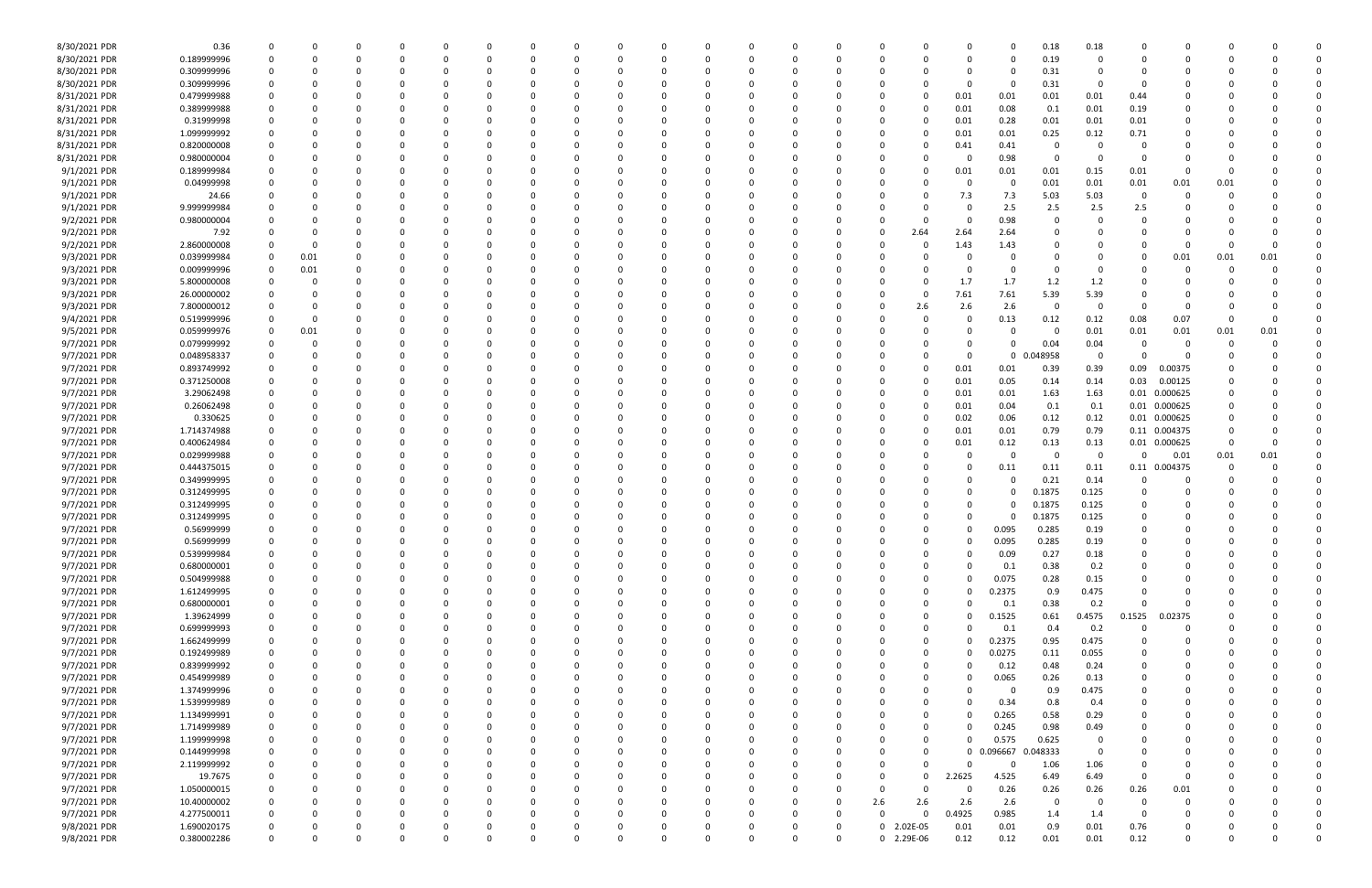| | | | | | | | | | | | | | | | | | | | | | | | | | | | |
|---|---|---|---|---|---|---|---|---|---|---|---|---|---|---|---|---|---|---|---|---|---|---|---|---|---|---|---|
| 8/30/2021 PDR | 0.36 | 0 | 0 | 0 | 0 | 0 | 0 | 0 | 0 | 0 | 0 | 0 | 0 | 0 | 0 | 0 | 0 | 0 | 0 | 0.18 | 0.18 | 0 | 0 | 0 | 0 | 0 | 0 |
| 8/30/2021 PDR | 0.189999996 | 0 | 0 | 0 | 0 | 0 | 0 | 0 | 0 | 0 | 0 | 0 | 0 | 0 | 0 | 0 | 0 | 0 | 0 | 0.19 | 0 | 0 | 0 | 0 | 0 | 0 | 0 |
| 8/30/2021 PDR | 0.309999996 | 0 | 0 | 0 | 0 | 0 | 0 | 0 | 0 | 0 | 0 | 0 | 0 | 0 | 0 | 0 | 0 | 0 | 0 | 0.31 | 0 | 0 | 0 | 0 | 0 | 0 | 0 |
| 8/30/2021 PDR | 0.309999996 | 0 | 0 | 0 | 0 | 0 | 0 | 0 | 0 | 0 | 0 | 0 | 0 | 0 | 0 | 0 | 0 | 0 | 0 | 0.31 | 0 | 0 | 0 | 0 | 0 | 0 | 0 |
| 8/31/2021 PDR | 0.479999988 | 0 | 0 | 0 | 0 | 0 | 0 | 0 | 0 | 0 | 0 | 0 | 0 | 0 | 0 | 0 | 0 | 0.01 | 0.01 | 0.01 | 0.01 | 0.44 | 0 | 0 | 0 | 0 | 0 |
| 8/31/2021 PDR | 0.389999988 | 0 | 0 | 0 | 0 | 0 | 0 | 0 | 0 | 0 | 0 | 0 | 0 | 0 | 0 | 0 | 0 | 0.01 | 0.08 | 0.1 | 0.01 | 0.19 | 0 | 0 | 0 | 0 | 0 |
| 8/31/2021 PDR | 0.31999998 | 0 | 0 | 0 | 0 | 0 | 0 | 0 | 0 | 0 | 0 | 0 | 0 | 0 | 0 | 0 | 0 | 0.01 | 0.28 | 0.01 | 0.01 | 0.01 | 0 | 0 | 0 | 0 | 0 |
| 8/31/2021 PDR | 1.099999992 | 0 | 0 | 0 | 0 | 0 | 0 | 0 | 0 | 0 | 0 | 0 | 0 | 0 | 0 | 0 | 0 | 0.01 | 0.01 | 0.25 | 0.12 | 0.71 | 0 | 0 | 0 | 0 | 0 |
| 8/31/2021 PDR | 0.820000008 | 0 | 0 | 0 | 0 | 0 | 0 | 0 | 0 | 0 | 0 | 0 | 0 | 0 | 0 | 0 | 0 | 0.41 | 0.41 | 0 | 0 | 0 | 0 | 0 | 0 | 0 | 0 |
| 8/31/2021 PDR | 0.980000004 | 0 | 0 | 0 | 0 | 0 | 0 | 0 | 0 | 0 | 0 | 0 | 0 | 0 | 0 | 0 | 0 | 0 | 0.98 | 0 | 0 | 0 | 0 | 0 | 0 | 0 | 0 |
| 9/1/2021 PDR | 0.189999984 | 0 | 0 | 0 | 0 | 0 | 0 | 0 | 0 | 0 | 0 | 0 | 0 | 0 | 0 | 0 | 0 | 0.01 | 0.01 | 0.01 | 0.15 | 0.01 | 0 | 0 | 0 | 0 | 0 |
| 9/1/2021 PDR | 0.04999998 | 0 | 0 | 0 | 0 | 0 | 0 | 0 | 0 | 0 | 0 | 0 | 0 | 0 | 0 | 0 | 0 | 0 | 0 | 0.01 | 0.01 | 0.01 | 0.01 | 0.01 | 0 | 0 | 0 |
| 9/1/2021 PDR | 24.66 | 0 | 0 | 0 | 0 | 0 | 0 | 0 | 0 | 0 | 0 | 0 | 0 | 0 | 0 | 0 | 0 | 7.3 | 7.3 | 5.03 | 5.03 | 0 | 0 | 0 | 0 | 0 | 0 |
| 9/1/2021 PDR | 9.999999984 | 0 | 0 | 0 | 0 | 0 | 0 | 0 | 0 | 0 | 0 | 0 | 0 | 0 | 0 | 0 | 0 | 0 | 2.5 | 2.5 | 2.5 | 2.5 | 0 | 0 | 0 | 0 | 0 |
| 9/2/2021 PDR | 0.980000004 | 0 | 0 | 0 | 0 | 0 | 0 | 0 | 0 | 0 | 0 | 0 | 0 | 0 | 0 | 0 | 0 | 0 | 0.98 | 0 | 0 | 0 | 0 | 0 | 0 | 0 | 0 |
| 9/2/2021 PDR | 7.92 | 0 | 0 | 0 | 0 | 0 | 0 | 0 | 0 | 0 | 0 | 0 | 0 | 0 | 0 | 0 | 2.64 | 2.64 | 2.64 | 0 | 0 | 0 | 0 | 0 | 0 | 0 | 0 |
| 9/2/2021 PDR | 2.860000008 | 0 | 0 | 0 | 0 | 0 | 0 | 0 | 0 | 0 | 0 | 0 | 0 | 0 | 0 | 0 | 0 | 1.43 | 1.43 | 0 | 0 | 0 | 0 | 0 | 0 | 0 | 0 |
| 9/3/2021 PDR | 0.039999984 | 0 | 0.01 | 0 | 0 | 0 | 0 | 0 | 0 | 0 | 0 | 0 | 0 | 0 | 0 | 0 | 0 | 0 | 0 | 0 | 0 | 0 | 0.01 | 0.01 | 0.01 | 0 | 0 |
| 9/3/2021 PDR | 0.009999996 | 0 | 0.01 | 0 | 0 | 0 | 0 | 0 | 0 | 0 | 0 | 0 | 0 | 0 | 0 | 0 | 0 | 0 | 0 | 0 | 0 | 0 | 0 | 0 | 0 | 0 | 0 |
| 9/3/2021 PDR | 5.800000008 | 0 | 0 | 0 | 0 | 0 | 0 | 0 | 0 | 0 | 0 | 0 | 0 | 0 | 0 | 0 | 0 | 1.7 | 1.7 | 1.2 | 1.2 | 0 | 0 | 0 | 0 | 0 | 0 |
| 9/3/2021 PDR | 26.00000002 | 0 | 0 | 0 | 0 | 0 | 0 | 0 | 0 | 0 | 0 | 0 | 0 | 0 | 0 | 0 | 0 | 7.61 | 7.61 | 5.39 | 5.39 | 0 | 0 | 0 | 0 | 0 | 0 |
| 9/3/2021 PDR | 7.800000012 | 0 | 0 | 0 | 0 | 0 | 0 | 0 | 0 | 0 | 0 | 0 | 0 | 0 | 0 | 0 | 2.6 | 2.6 | 2.6 | 0 | 0 | 0 | 0 | 0 | 0 | 0 | 0 |
| 9/4/2021 PDR | 0.519999996 | 0 | 0 | 0 | 0 | 0 | 0 | 0 | 0 | 0 | 0 | 0 | 0 | 0 | 0 | 0 | 0 | 0 | 0.13 | 0.12 | 0.12 | 0.08 | 0.07 | 0 | 0 | 0 | 0 |
| 9/5/2021 PDR | 0.059999976 | 0 | 0.01 | 0 | 0 | 0 | 0 | 0 | 0 | 0 | 0 | 0 | 0 | 0 | 0 | 0 | 0 | 0 | 0 | 0 | 0.01 | 0.01 | 0.01 | 0.01 | 0.01 | 0 | 0 |
| 9/7/2021 PDR | 0.079999992 | 0 | 0 | 0 | 0 | 0 | 0 | 0 | 0 | 0 | 0 | 0 | 0 | 0 | 0 | 0 | 0 | 0 | 0 | 0.04 | 0.04 | 0 | 0 | 0 | 0 | 0 | 0 |
| 9/7/2021 PDR | 0.048958337 | 0 | 0 | 0 | 0 | 0 | 0 | 0 | 0 | 0 | 0 | 0 | 0 | 0 | 0 | 0 | 0 | 0 | 0 | 0.048958 | 0 | 0 | 0 | 0 | 0 | 0 | 0 |
| 9/7/2021 PDR | 0.893749992 | 0 | 0 | 0 | 0 | 0 | 0 | 0 | 0 | 0 | 0 | 0 | 0 | 0 | 0 | 0 | 0 | 0.01 | 0.01 | 0.39 | 0.39 | 0.09 | 0.00375 | 0 | 0 | 0 | 0 |
| 9/7/2021 PDR | 0.371250008 | 0 | 0 | 0 | 0 | 0 | 0 | 0 | 0 | 0 | 0 | 0 | 0 | 0 | 0 | 0 | 0 | 0.01 | 0.05 | 0.14 | 0.14 | 0.03 | 0.00125 | 0 | 0 | 0 | 0 |
| 9/7/2021 PDR | 3.29062498 | 0 | 0 | 0 | 0 | 0 | 0 | 0 | 0 | 0 | 0 | 0 | 0 | 0 | 0 | 0 | 0 | 0.01 | 0.01 | 1.63 | 1.63 | 0.01 | 0.000625 | 0 | 0 | 0 | 0 |
| 9/7/2021 PDR | 0.26062498 | 0 | 0 | 0 | 0 | 0 | 0 | 0 | 0 | 0 | 0 | 0 | 0 | 0 | 0 | 0 | 0 | 0.01 | 0.04 | 0.1 | 0.1 | 0.01 | 0.000625 | 0 | 0 | 0 | 0 |
| 9/7/2021 PDR | 0.330625 | 0 | 0 | 0 | 0 | 0 | 0 | 0 | 0 | 0 | 0 | 0 | 0 | 0 | 0 | 0 | 0 | 0.02 | 0.06 | 0.12 | 0.12 | 0.01 | 0.000625 | 0 | 0 | 0 | 0 |
| 9/7/2021 PDR | 1.714374988 | 0 | 0 | 0 | 0 | 0 | 0 | 0 | 0 | 0 | 0 | 0 | 0 | 0 | 0 | 0 | 0 | 0.01 | 0.01 | 0.79 | 0.79 | 0.11 | 0.004375 | 0 | 0 | 0 | 0 |
| 9/7/2021 PDR | 0.400624984 | 0 | 0 | 0 | 0 | 0 | 0 | 0 | 0 | 0 | 0 | 0 | 0 | 0 | 0 | 0 | 0 | 0.01 | 0.12 | 0.13 | 0.13 | 0.01 | 0.000625 | 0 | 0 | 0 | 0 |
| 9/7/2021 PDR | 0.029999988 | 0 | 0 | 0 | 0 | 0 | 0 | 0 | 0 | 0 | 0 | 0 | 0 | 0 | 0 | 0 | 0 | 0 | 0 | 0 | 0 | 0 | 0.01 | 0.01 | 0.01 | 0 | 0 |
| 9/7/2021 PDR | 0.444375015 | 0 | 0 | 0 | 0 | 0 | 0 | 0 | 0 | 0 | 0 | 0 | 0 | 0 | 0 | 0 | 0 | 0 | 0.11 | 0.11 | 0.11 | 0.11 | 0.004375 | 0 | 0 | 0 | 0 |
| 9/7/2021 PDR | 0.349999995 | 0 | 0 | 0 | 0 | 0 | 0 | 0 | 0 | 0 | 0 | 0 | 0 | 0 | 0 | 0 | 0 | 0 | 0 | 0.21 | 0.14 | 0 | 0 | 0 | 0 | 0 | 0 |
| 9/7/2021 PDR | 0.312499995 | 0 | 0 | 0 | 0 | 0 | 0 | 0 | 0 | 0 | 0 | 0 | 0 | 0 | 0 | 0 | 0 | 0 | 0 | 0.1875 | 0.125 | 0 | 0 | 0 | 0 | 0 | 0 |
| 9/7/2021 PDR | 0.312499995 | 0 | 0 | 0 | 0 | 0 | 0 | 0 | 0 | 0 | 0 | 0 | 0 | 0 | 0 | 0 | 0 | 0 | 0 | 0.1875 | 0.125 | 0 | 0 | 0 | 0 | 0 | 0 |
| 9/7/2021 PDR | 0.312499995 | 0 | 0 | 0 | 0 | 0 | 0 | 0 | 0 | 0 | 0 | 0 | 0 | 0 | 0 | 0 | 0 | 0 | 0 | 0.1875 | 0.125 | 0 | 0 | 0 | 0 | 0 | 0 |
| 9/7/2021 PDR | 0.56999999 | 0 | 0 | 0 | 0 | 0 | 0 | 0 | 0 | 0 | 0 | 0 | 0 | 0 | 0 | 0 | 0 | 0 | 0.095 | 0.285 | 0.19 | 0 | 0 | 0 | 0 | 0 | 0 |
| 9/7/2021 PDR | 0.56999999 | 0 | 0 | 0 | 0 | 0 | 0 | 0 | 0 | 0 | 0 | 0 | 0 | 0 | 0 | 0 | 0 | 0 | 0.095 | 0.285 | 0.19 | 0 | 0 | 0 | 0 | 0 | 0 |
| 9/7/2021 PDR | 0.539999984 | 0 | 0 | 0 | 0 | 0 | 0 | 0 | 0 | 0 | 0 | 0 | 0 | 0 | 0 | 0 | 0 | 0 | 0.09 | 0.27 | 0.18 | 0 | 0 | 0 | 0 | 0 | 0 |
| 9/7/2021 PDR | 0.680000001 | 0 | 0 | 0 | 0 | 0 | 0 | 0 | 0 | 0 | 0 | 0 | 0 | 0 | 0 | 0 | 0 | 0 | 0.1 | 0.38 | 0.2 | 0 | 0 | 0 | 0 | 0 | 0 |
| 9/7/2021 PDR | 0.504999988 | 0 | 0 | 0 | 0 | 0 | 0 | 0 | 0 | 0 | 0 | 0 | 0 | 0 | 0 | 0 | 0 | 0 | 0.075 | 0.28 | 0.15 | 0 | 0 | 0 | 0 | 0 | 0 |
| 9/7/2021 PDR | 1.612499995 | 0 | 0 | 0 | 0 | 0 | 0 | 0 | 0 | 0 | 0 | 0 | 0 | 0 | 0 | 0 | 0 | 0 | 0.2375 | 0.9 | 0.475 | 0 | 0 | 0 | 0 | 0 | 0 |
| 9/7/2021 PDR | 0.680000001 | 0 | 0 | 0 | 0 | 0 | 0 | 0 | 0 | 0 | 0 | 0 | 0 | 0 | 0 | 0 | 0 | 0 | 0.1 | 0.38 | 0.2 | 0 | 0 | 0 | 0 | 0 | 0 |
| 9/7/2021 PDR | 1.39624999 | 0 | 0 | 0 | 0 | 0 | 0 | 0 | 0 | 0 | 0 | 0 | 0 | 0 | 0 | 0 | 0 | 0 | 0.1525 | 0.61 | 0.4575 | 0.1525 | 0.02375 | 0 | 0 | 0 | 0 |
| 9/7/2021 PDR | 0.699999993 | 0 | 0 | 0 | 0 | 0 | 0 | 0 | 0 | 0 | 0 | 0 | 0 | 0 | 0 | 0 | 0 | 0 | 0.1 | 0.4 | 0.2 | 0 | 0 | 0 | 0 | 0 | 0 |
| 9/7/2021 PDR | 1.662499999 | 0 | 0 | 0 | 0 | 0 | 0 | 0 | 0 | 0 | 0 | 0 | 0 | 0 | 0 | 0 | 0 | 0 | 0.2375 | 0.95 | 0.475 | 0 | 0 | 0 | 0 | 0 | 0 |
| 9/7/2021 PDR | 0.192499989 | 0 | 0 | 0 | 0 | 0 | 0 | 0 | 0 | 0 | 0 | 0 | 0 | 0 | 0 | 0 | 0 | 0 | 0.0275 | 0.11 | 0.055 | 0 | 0 | 0 | 0 | 0 | 0 |
| 9/7/2021 PDR | 0.839999992 | 0 | 0 | 0 | 0 | 0 | 0 | 0 | 0 | 0 | 0 | 0 | 0 | 0 | 0 | 0 | 0 | 0 | 0.12 | 0.48 | 0.24 | 0 | 0 | 0 | 0 | 0 | 0 |
| 9/7/2021 PDR | 0.454999989 | 0 | 0 | 0 | 0 | 0 | 0 | 0 | 0 | 0 | 0 | 0 | 0 | 0 | 0 | 0 | 0 | 0 | 0.065 | 0.26 | 0.13 | 0 | 0 | 0 | 0 | 0 | 0 |
| 9/7/2021 PDR | 1.374999996 | 0 | 0 | 0 | 0 | 0 | 0 | 0 | 0 | 0 | 0 | 0 | 0 | 0 | 0 | 0 | 0 | 0 | 0 | 0.9 | 0.475 | 0 | 0 | 0 | 0 | 0 | 0 |
| 9/7/2021 PDR | 1.539999989 | 0 | 0 | 0 | 0 | 0 | 0 | 0 | 0 | 0 | 0 | 0 | 0 | 0 | 0 | 0 | 0 | 0 | 0.34 | 0.8 | 0.4 | 0 | 0 | 0 | 0 | 0 | 0 |
| 9/7/2021 PDR | 1.134999991 | 0 | 0 | 0 | 0 | 0 | 0 | 0 | 0 | 0 | 0 | 0 | 0 | 0 | 0 | 0 | 0 | 0 | 0.265 | 0.58 | 0.29 | 0 | 0 | 0 | 0 | 0 | 0 |
| 9/7/2021 PDR | 1.714999989 | 0 | 0 | 0 | 0 | 0 | 0 | 0 | 0 | 0 | 0 | 0 | 0 | 0 | 0 | 0 | 0 | 0 | 0.245 | 0.98 | 0.49 | 0 | 0 | 0 | 0 | 0 | 0 |
| 9/7/2021 PDR | 1.199999998 | 0 | 0 | 0 | 0 | 0 | 0 | 0 | 0 | 0 | 0 | 0 | 0 | 0 | 0 | 0 | 0 | 0 | 0.575 | 0.625 | 0 | 0 | 0 | 0 | 0 | 0 | 0 |
| 9/7/2021 PDR | 0.144999998 | 0 | 0 | 0 | 0 | 0 | 0 | 0 | 0 | 0 | 0 | 0 | 0 | 0 | 0 | 0 | 0 | 0 | 0.096667 | 0.048333 | 0 | 0 | 0 | 0 | 0 | 0 | 0 |
| 9/7/2021 PDR | 2.119999992 | 0 | 0 | 0 | 0 | 0 | 0 | 0 | 0 | 0 | 0 | 0 | 0 | 0 | 0 | 0 | 0 | 0 | 0 | 1.06 | 1.06 | 0 | 0 | 0 | 0 | 0 | 0 |
| 9/7/2021 PDR | 19.7675 | 0 | 0 | 0 | 0 | 0 | 0 | 0 | 0 | 0 | 0 | 0 | 0 | 0 | 0 | 0 | 0 | 2.2625 | 4.525 | 6.49 | 6.49 | 0 | 0 | 0 | 0 | 0 | 0 |
| 9/7/2021 PDR | 1.050000015 | 0 | 0 | 0 | 0 | 0 | 0 | 0 | 0 | 0 | 0 | 0 | 0 | 0 | 0 | 0 | 0 | 0 | 0.26 | 0.26 | 0.26 | 0.26 | 0.01 | 0 | 0 | 0 | 0 |
| 9/7/2021 PDR | 10.40000002 | 0 | 0 | 0 | 0 | 0 | 0 | 0 | 0 | 0 | 0 | 0 | 0 | 0 | 0 | 2.6 | 2.6 | 2.6 | 2.6 | 0 | 0 | 0 | 0 | 0 | 0 | 0 | 0 |
| 9/7/2021 PDR | 4.277500011 | 0 | 0 | 0 | 0 | 0 | 0 | 0 | 0 | 0 | 0 | 0 | 0 | 0 | 0 | 0 | 0 | 0.4925 | 0.985 | 1.4 | 1.4 | 0 | 0 | 0 | 0 | 0 | 0 |
| 9/8/2021 PDR | 1.690020175 | 0 | 0 | 0 | 0 | 0 | 0 | 0 | 0 | 0 | 0 | 0 | 0 | 0 | 0 | 0 | 2.02E-05 | 0.01 | 0.01 | 0.9 | 0.01 | 0.76 | 0 | 0 | 0 | 0 | 0 |
| 9/8/2021 PDR | 0.380002286 | 0 | 0 | 0 | 0 | 0 | 0 | 0 | 0 | 0 | 0 | 0 | 0 | 0 | 0 | 0 | 2.29E-06 | 0.12 | 0.12 | 0.01 | 0.01 | 0.12 | 0 | 0 | 0 | 0 | 0 |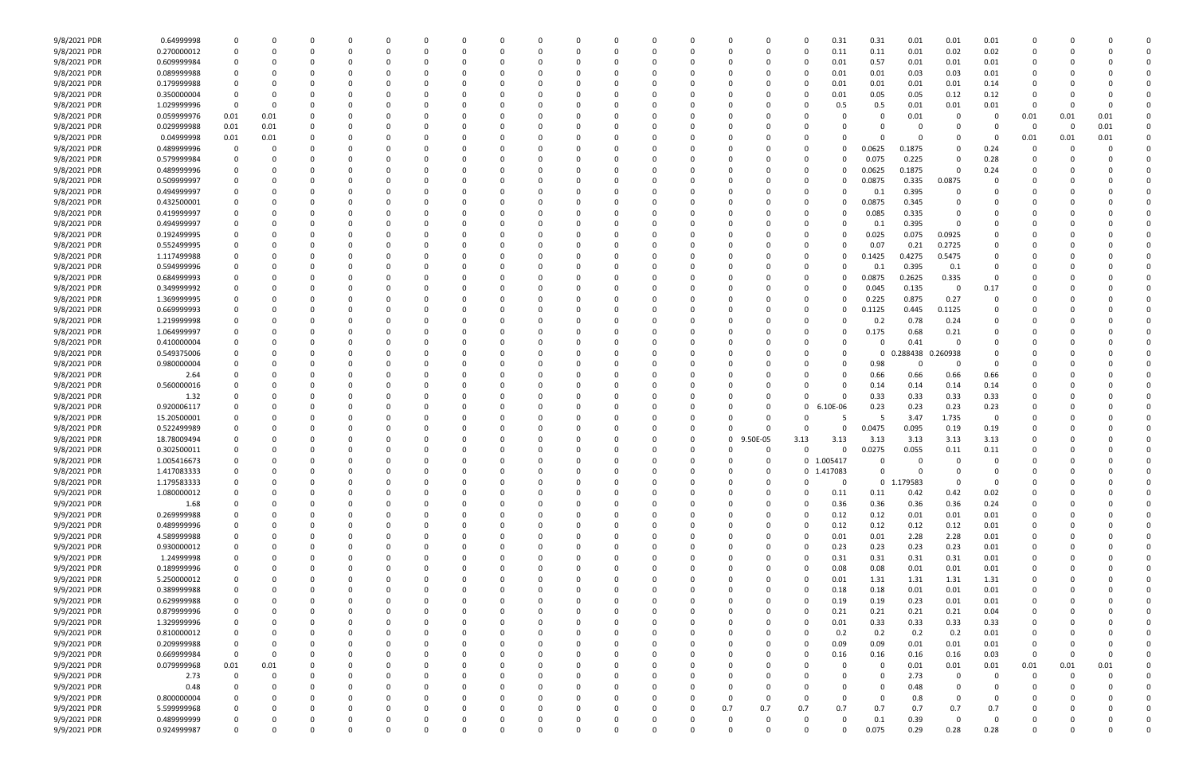| | | | | | | | | | | | | | | | | | | | | | | | | | | | | |
|---|---|---|---|---|---|---|---|---|---|---|---|---|---|---|---|---|---|---|---|---|---|---|---|---|---|---|---|---|
| 9/8/2021 | PDR | 0.64999998 | 0 | 0 | 0 | 0 | 0 | 0 | 0 | 0 | 0 | 0 | 0 | 0 | 0 | 0 | 0 | 0 | 0.31 | 0.31 | 0.01 | 0.01 | 0.01 | 0 | 0 | 0 | 0 | 0 |
| 9/8/2021 | PDR | 0.270000012 | 0 | 0 | 0 | 0 | 0 | 0 | 0 | 0 | 0 | 0 | 0 | 0 | 0 | 0 | 0 | 0 | 0.11 | 0.11 | 0.01 | 0.02 | 0.02 | 0 | 0 | 0 | 0 | 0 |
| 9/8/2021 | PDR | 0.609999984 | 0 | 0 | 0 | 0 | 0 | 0 | 0 | 0 | 0 | 0 | 0 | 0 | 0 | 0 | 0 | 0 | 0.01 | 0.57 | 0.01 | 0.01 | 0.01 | 0 | 0 | 0 | 0 | 0 |
| 9/8/2021 | PDR | 0.089999988 | 0 | 0 | 0 | 0 | 0 | 0 | 0 | 0 | 0 | 0 | 0 | 0 | 0 | 0 | 0 | 0 | 0.01 | 0.01 | 0.03 | 0.03 | 0.01 | 0 | 0 | 0 | 0 | 0 |
| 9/8/2021 | PDR | 0.179999988 | 0 | 0 | 0 | 0 | 0 | 0 | 0 | 0 | 0 | 0 | 0 | 0 | 0 | 0 | 0 | 0 | 0.01 | 0.01 | 0.01 | 0.01 | 0.14 | 0 | 0 | 0 | 0 | 0 |
| 9/8/2021 | PDR | 0.350000004 | 0 | 0 | 0 | 0 | 0 | 0 | 0 | 0 | 0 | 0 | 0 | 0 | 0 | 0 | 0 | 0 | 0.01 | 0.05 | 0.05 | 0.12 | 0.12 | 0 | 0 | 0 | 0 | 0 |
| 9/8/2021 | PDR | 1.029999996 | 0 | 0 | 0 | 0 | 0 | 0 | 0 | 0 | 0 | 0 | 0 | 0 | 0 | 0 | 0 | 0 | 0.5 | 0.5 | 0.01 | 0.01 | 0.01 | 0 | 0 | 0 | 0 | 0 |
| 9/8/2021 | PDR | 0.059999976 | 0.01 | 0.01 | 0 | 0 | 0 | 0 | 0 | 0 | 0 | 0 | 0 | 0 | 0 | 0 | 0 | 0 | 0 | 0 | 0.01 | 0 | 0 | 0.01 | 0.01 | 0.01 | 0 | 0 |
| 9/8/2021 | PDR | 0.029999988 | 0.01 | 0.01 | 0 | 0 | 0 | 0 | 0 | 0 | 0 | 0 | 0 | 0 | 0 | 0 | 0 | 0 | 0 | 0 | 0 | 0 | 0 | 0 | 0 | 0.01 | 0 | 0 |
| 9/8/2021 | PDR | 0.04999998 | 0.01 | 0.01 | 0 | 0 | 0 | 0 | 0 | 0 | 0 | 0 | 0 | 0 | 0 | 0 | 0 | 0 | 0 | 0 | 0 | 0 | 0 | 0.01 | 0.01 | 0.01 | 0 | 0 |
| 9/8/2021 | PDR | 0.489999996 | 0 | 0 | 0 | 0 | 0 | 0 | 0 | 0 | 0 | 0 | 0 | 0 | 0 | 0 | 0 | 0 | 0 | 0.0625 | 0.1875 | 0 | 0.24 | 0 | 0 | 0 | 0 | 0 |
| 9/8/2021 | PDR | 0.579999984 | 0 | 0 | 0 | 0 | 0 | 0 | 0 | 0 | 0 | 0 | 0 | 0 | 0 | 0 | 0 | 0 | 0 | 0.075 | 0.225 | 0 | 0.28 | 0 | 0 | 0 | 0 | 0 |
| 9/8/2021 | PDR | 0.489999996 | 0 | 0 | 0 | 0 | 0 | 0 | 0 | 0 | 0 | 0 | 0 | 0 | 0 | 0 | 0 | 0 | 0 | 0.0625 | 0.1875 | 0 | 0.24 | 0 | 0 | 0 | 0 | 0 |
| 9/8/2021 | PDR | 0.509999997 | 0 | 0 | 0 | 0 | 0 | 0 | 0 | 0 | 0 | 0 | 0 | 0 | 0 | 0 | 0 | 0 | 0 | 0.0875 | 0.335 | 0.0875 | 0 | 0 | 0 | 0 | 0 | 0 |
| 9/8/2021 | PDR | 0.494999997 | 0 | 0 | 0 | 0 | 0 | 0 | 0 | 0 | 0 | 0 | 0 | 0 | 0 | 0 | 0 | 0 | 0 | 0.1 | 0.395 | 0 | 0 | 0 | 0 | 0 | 0 | 0 |
| 9/8/2021 | PDR | 0.432500001 | 0 | 0 | 0 | 0 | 0 | 0 | 0 | 0 | 0 | 0 | 0 | 0 | 0 | 0 | 0 | 0 | 0 | 0.0875 | 0.345 | 0 | 0 | 0 | 0 | 0 | 0 | 0 |
| 9/8/2021 | PDR | 0.419999997 | 0 | 0 | 0 | 0 | 0 | 0 | 0 | 0 | 0 | 0 | 0 | 0 | 0 | 0 | 0 | 0 | 0 | 0.085 | 0.335 | 0 | 0 | 0 | 0 | 0 | 0 | 0 |
| 9/8/2021 | PDR | 0.494999997 | 0 | 0 | 0 | 0 | 0 | 0 | 0 | 0 | 0 | 0 | 0 | 0 | 0 | 0 | 0 | 0 | 0 | 0.1 | 0.395 | 0 | 0 | 0 | 0 | 0 | 0 | 0 |
| 9/8/2021 | PDR | 0.192499995 | 0 | 0 | 0 | 0 | 0 | 0 | 0 | 0 | 0 | 0 | 0 | 0 | 0 | 0 | 0 | 0 | 0 | 0.025 | 0.075 | 0.0925 | 0 | 0 | 0 | 0 | 0 | 0 |
| 9/8/2021 | PDR | 0.552499995 | 0 | 0 | 0 | 0 | 0 | 0 | 0 | 0 | 0 | 0 | 0 | 0 | 0 | 0 | 0 | 0 | 0 | 0.07 | 0.21 | 0.2725 | 0 | 0 | 0 | 0 | 0 | 0 |
| 9/8/2021 | PDR | 1.117499988 | 0 | 0 | 0 | 0 | 0 | 0 | 0 | 0 | 0 | 0 | 0 | 0 | 0 | 0 | 0 | 0 | 0 | 0.1425 | 0.4275 | 0.5475 | 0 | 0 | 0 | 0 | 0 | 0 |
| 9/8/2021 | PDR | 0.594999996 | 0 | 0 | 0 | 0 | 0 | 0 | 0 | 0 | 0 | 0 | 0 | 0 | 0 | 0 | 0 | 0 | 0 | 0.1 | 0.395 | 0.1 | 0 | 0 | 0 | 0 | 0 | 0 |
| 9/8/2021 | PDR | 0.684999993 | 0 | 0 | 0 | 0 | 0 | 0 | 0 | 0 | 0 | 0 | 0 | 0 | 0 | 0 | 0 | 0 | 0 | 0.0875 | 0.2625 | 0.335 | 0 | 0 | 0 | 0 | 0 | 0 |
| 9/8/2021 | PDR | 0.349999992 | 0 | 0 | 0 | 0 | 0 | 0 | 0 | 0 | 0 | 0 | 0 | 0 | 0 | 0 | 0 | 0 | 0 | 0.045 | 0.135 | 0 | 0.17 | 0 | 0 | 0 | 0 | 0 |
| 9/8/2021 | PDR | 1.369999995 | 0 | 0 | 0 | 0 | 0 | 0 | 0 | 0 | 0 | 0 | 0 | 0 | 0 | 0 | 0 | 0 | 0 | 0.225 | 0.875 | 0.27 | 0 | 0 | 0 | 0 | 0 | 0 |
| 9/8/2021 | PDR | 0.669999993 | 0 | 0 | 0 | 0 | 0 | 0 | 0 | 0 | 0 | 0 | 0 | 0 | 0 | 0 | 0 | 0 | 0 | 0.1125 | 0.445 | 0.1125 | 0 | 0 | 0 | 0 | 0 | 0 |
| 9/8/2021 | PDR | 1.219999998 | 0 | 0 | 0 | 0 | 0 | 0 | 0 | 0 | 0 | 0 | 0 | 0 | 0 | 0 | 0 | 0 | 0 | 0.2 | 0.78 | 0.24 | 0 | 0 | 0 | 0 | 0 | 0 |
| 9/8/2021 | PDR | 1.064999997 | 0 | 0 | 0 | 0 | 0 | 0 | 0 | 0 | 0 | 0 | 0 | 0 | 0 | 0 | 0 | 0 | 0 | 0.175 | 0.68 | 0.21 | 0 | 0 | 0 | 0 | 0 | 0 |
| 9/8/2021 | PDR | 0.410000004 | 0 | 0 | 0 | 0 | 0 | 0 | 0 | 0 | 0 | 0 | 0 | 0 | 0 | 0 | 0 | 0 | 0 | 0 | 0.41 | 0 | 0 | 0 | 0 | 0 | 0 | 0 |
| 9/8/2021 | PDR | 0.549375006 | 0 | 0 | 0 | 0 | 0 | 0 | 0 | 0 | 0 | 0 | 0 | 0 | 0 | 0 | 0 | 0 | 0 | 0 | 0.288438 | 0.260938 | 0 | 0 | 0 | 0 | 0 | 0 |
| 9/8/2021 | PDR | 0.980000004 | 0 | 0 | 0 | 0 | 0 | 0 | 0 | 0 | 0 | 0 | 0 | 0 | 0 | 0 | 0 | 0 | 0 | 0.98 | 0 | 0 | 0 | 0 | 0 | 0 | 0 | 0 |
| 9/8/2021 | PDR | 2.64 | 0 | 0 | 0 | 0 | 0 | 0 | 0 | 0 | 0 | 0 | 0 | 0 | 0 | 0 | 0 | 0 | 0 | 0.66 | 0.66 | 0.66 | 0.66 | 0 | 0 | 0 | 0 | 0 |
| 9/8/2021 | PDR | 0.560000016 | 0 | 0 | 0 | 0 | 0 | 0 | 0 | 0 | 0 | 0 | 0 | 0 | 0 | 0 | 0 | 0 | 0 | 0.14 | 0.14 | 0.14 | 0.14 | 0 | 0 | 0 | 0 | 0 |
| 9/8/2021 | PDR | 1.32 | 0 | 0 | 0 | 0 | 0 | 0 | 0 | 0 | 0 | 0 | 0 | 0 | 0 | 0 | 0 | 0 | 0 | 0.33 | 0.33 | 0.33 | 0.33 | 0 | 0 | 0 | 0 | 0 |
| 9/8/2021 | PDR | 0.920006117 | 0 | 0 | 0 | 0 | 0 | 0 | 0 | 0 | 0 | 0 | 0 | 0 | 0 | 0 | 0 | 0 | 6.10E-06 | 0.23 | 0.23 | 0.23 | 0.23 | 0 | 0 | 0 | 0 | 0 |
| 9/8/2021 | PDR | 15.20500001 | 0 | 0 | 0 | 0 | 0 | 0 | 0 | 0 | 0 | 0 | 0 | 0 | 0 | 0 | 0 | 0 | 5 | 5 | 3.47 | 1.735 | 0 | 0 | 0 | 0 | 0 | 0 |
| 9/8/2021 | PDR | 0.522499989 | 0 | 0 | 0 | 0 | 0 | 0 | 0 | 0 | 0 | 0 | 0 | 0 | 0 | 0 | 0 | 0 | 0 | 0.0475 | 0.095 | 0.19 | 0.19 | 0 | 0 | 0 | 0 | 0 |
| 9/8/2021 | PDR | 18.78009494 | 0 | 0 | 0 | 0 | 0 | 0 | 0 | 0 | 0 | 0 | 0 | 0 | 0 | 0 | 9.50E-05 | 3.13 | 3.13 | 3.13 | 3.13 | 3.13 | 3.13 | 0 | 0 | 0 | 0 | 0 |
| 9/8/2021 | PDR | 0.302500011 | 0 | 0 | 0 | 0 | 0 | 0 | 0 | 0 | 0 | 0 | 0 | 0 | 0 | 0 | 0 | 0 | 0 | 0.0275 | 0.055 | 0.11 | 0.11 | 0 | 0 | 0 | 0 | 0 |
| 9/8/2021 | PDR | 1.005416673 | 0 | 0 | 0 | 0 | 0 | 0 | 0 | 0 | 0 | 0 | 0 | 0 | 0 | 0 | 0 | 0 | 1.005417 | 0 | 0 | 0 | 0 | 0 | 0 | 0 | 0 | 0 |
| 9/8/2021 | PDR | 1.417083333 | 0 | 0 | 0 | 0 | 0 | 0 | 0 | 0 | 0 | 0 | 0 | 0 | 0 | 0 | 0 | 0 | 1.417083 | 0 | 0 | 0 | 0 | 0 | 0 | 0 | 0 | 0 |
| 9/8/2021 | PDR | 1.179583333 | 0 | 0 | 0 | 0 | 0 | 0 | 0 | 0 | 0 | 0 | 0 | 0 | 0 | 0 | 0 | 0 | 0 | 0 | 1.179583 | 0 | 0 | 0 | 0 | 0 | 0 | 0 |
| 9/9/2021 | PDR | 1.080000012 | 0 | 0 | 0 | 0 | 0 | 0 | 0 | 0 | 0 | 0 | 0 | 0 | 0 | 0 | 0 | 0 | 0.11 | 0.11 | 0.42 | 0.42 | 0.02 | 0 | 0 | 0 | 0 | 0 |
| 9/9/2021 | PDR | 1.68 | 0 | 0 | 0 | 0 | 0 | 0 | 0 | 0 | 0 | 0 | 0 | 0 | 0 | 0 | 0 | 0 | 0.36 | 0.36 | 0.36 | 0.36 | 0.24 | 0 | 0 | 0 | 0 | 0 |
| 9/9/2021 | PDR | 0.269999988 | 0 | 0 | 0 | 0 | 0 | 0 | 0 | 0 | 0 | 0 | 0 | 0 | 0 | 0 | 0 | 0 | 0.12 | 0.12 | 0.01 | 0.01 | 0.01 | 0 | 0 | 0 | 0 | 0 |
| 9/9/2021 | PDR | 0.489999996 | 0 | 0 | 0 | 0 | 0 | 0 | 0 | 0 | 0 | 0 | 0 | 0 | 0 | 0 | 0 | 0 | 0.12 | 0.12 | 0.12 | 0.12 | 0.01 | 0 | 0 | 0 | 0 | 0 |
| 9/9/2021 | PDR | 4.589999988 | 0 | 0 | 0 | 0 | 0 | 0 | 0 | 0 | 0 | 0 | 0 | 0 | 0 | 0 | 0 | 0 | 0.01 | 0.01 | 2.28 | 2.28 | 0.01 | 0 | 0 | 0 | 0 | 0 |
| 9/9/2021 | PDR | 0.930000012 | 0 | 0 | 0 | 0 | 0 | 0 | 0 | 0 | 0 | 0 | 0 | 0 | 0 | 0 | 0 | 0 | 0.23 | 0.23 | 0.23 | 0.23 | 0.01 | 0 | 0 | 0 | 0 | 0 |
| 9/9/2021 | PDR | 1.24999998 | 0 | 0 | 0 | 0 | 0 | 0 | 0 | 0 | 0 | 0 | 0 | 0 | 0 | 0 | 0 | 0 | 0.31 | 0.31 | 0.31 | 0.31 | 0.01 | 0 | 0 | 0 | 0 | 0 |
| 9/9/2021 | PDR | 0.189999996 | 0 | 0 | 0 | 0 | 0 | 0 | 0 | 0 | 0 | 0 | 0 | 0 | 0 | 0 | 0 | 0 | 0.08 | 0.08 | 0.01 | 0.01 | 0.01 | 0 | 0 | 0 | 0 | 0 |
| 9/9/2021 | PDR | 5.250000012 | 0 | 0 | 0 | 0 | 0 | 0 | 0 | 0 | 0 | 0 | 0 | 0 | 0 | 0 | 0 | 0 | 0.01 | 1.31 | 1.31 | 1.31 | 1.31 | 0 | 0 | 0 | 0 | 0 |
| 9/9/2021 | PDR | 0.38999988 | 0 | 0 | 0 | 0 | 0 | 0 | 0 | 0 | 0 | 0 | 0 | 0 | 0 | 0 | 0 | 0 | 0.18 | 0.18 | 0.01 | 0.01 | 0.01 | 0 | 0 | 0 | 0 | 0 |
| 9/9/2021 | PDR | 0.629999988 | 0 | 0 | 0 | 0 | 0 | 0 | 0 | 0 | 0 | 0 | 0 | 0 | 0 | 0 | 0 | 0 | 0.19 | 0.19 | 0.23 | 0.01 | 0.01 | 0 | 0 | 0 | 0 | 0 |
| 9/9/2021 | PDR | 0.879999996 | 0 | 0 | 0 | 0 | 0 | 0 | 0 | 0 | 0 | 0 | 0 | 0 | 0 | 0 | 0 | 0 | 0.21 | 0.21 | 0.21 | 0.21 | 0.04 | 0 | 0 | 0 | 0 | 0 |
| 9/9/2021 | PDR | 1.329999996 | 0 | 0 | 0 | 0 | 0 | 0 | 0 | 0 | 0 | 0 | 0 | 0 | 0 | 0 | 0 | 0 | 0.01 | 0.33 | 0.33 | 0.33 | 0.33 | 0 | 0 | 0 | 0 | 0 |
| 9/9/2021 | PDR | 0.810000012 | 0 | 0 | 0 | 0 | 0 | 0 | 0 | 0 | 0 | 0 | 0 | 0 | 0 | 0 | 0 | 0 | 0.2 | 0.2 | 0.2 | 0.2 | 0.01 | 0 | 0 | 0 | 0 | 0 |
| 9/9/2021 | PDR | 0.209999988 | 0 | 0 | 0 | 0 | 0 | 0 | 0 | 0 | 0 | 0 | 0 | 0 | 0 | 0 | 0 | 0 | 0.09 | 0.09 | 0.01 | 0.01 | 0.01 | 0 | 0 | 0 | 0 | 0 |
| 9/9/2021 | PDR | 0.669999984 | 0 | 0 | 0 | 0 | 0 | 0 | 0 | 0 | 0 | 0 | 0 | 0 | 0 | 0 | 0 | 0 | 0.16 | 0.16 | 0.16 | 0.16 | 0.03 | 0 | 0 | 0 | 0 | 0 |
| 9/9/2021 | PDR | 0.079999968 | 0.01 | 0.01 | 0 | 0 | 0 | 0 | 0 | 0 | 0 | 0 | 0 | 0 | 0 | 0 | 0 | 0 | 0 | 0 | 0.01 | 0.01 | 0.01 | 0.01 | 0.01 | 0.01 | 0 | 0 |
| 9/9/2021 | PDR | 2.73 | 0 | 0 | 0 | 0 | 0 | 0 | 0 | 0 | 0 | 0 | 0 | 0 | 0 | 0 | 0 | 0 | 0 | 0 | 2.73 | 0 | 0 | 0 | 0 | 0 | 0 | 0 |
| 9/9/2021 | PDR | 0.48 | 0 | 0 | 0 | 0 | 0 | 0 | 0 | 0 | 0 | 0 | 0 | 0 | 0 | 0 | 0 | 0 | 0 | 0 | 0.48 | 0 | 0 | 0 | 0 | 0 | 0 | 0 |
| 9/9/2021 | PDR | 0.800000004 | 0 | 0 | 0 | 0 | 0 | 0 | 0 | 0 | 0 | 0 | 0 | 0 | 0 | 0 | 0 | 0 | 0 | 0 | 0.8 | 0 | 0 | 0 | 0 | 0 | 0 | 0 |
| 9/9/2021 | PDR | 5.599999968 | 0 | 0 | 0 | 0 | 0 | 0 | 0 | 0 | 0 | 0 | 0 | 0 | 0 | 0.7 | 0.7 | 0.7 | 0.7 | 0.7 | 0.7 | 0.7 | 0.7 | 0 | 0 | 0 | 0 | 0 |
| 9/9/2021 | PDR | 0.489999999 | 0 | 0 | 0 | 0 | 0 | 0 | 0 | 0 | 0 | 0 | 0 | 0 | 0 | 0 | 0 | 0 | 0 | 0.1 | 0.39 | 0 | 0 | 0 | 0 | 0 | 0 | 0 |
| 9/9/2021 | PDR | 0.924999987 | 0 | 0 | 0 | 0 | 0 | 0 | 0 | 0 | 0 | 0 | 0 | 0 | 0 | 0 | 0 | 0 | 0 | 0.075 | 0.29 | 0.28 | 0.28 | 0 | 0 | 0 | 0 | 0 |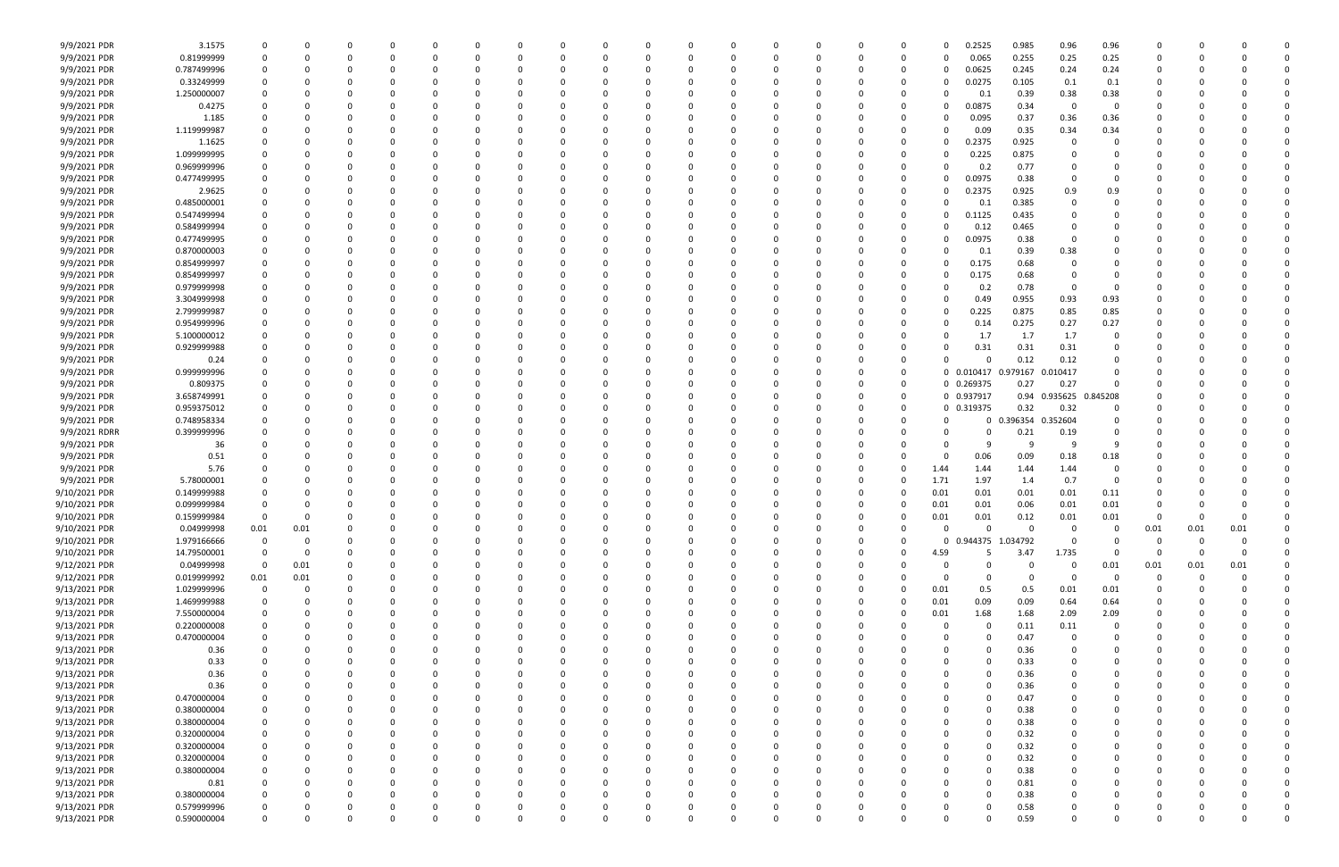| | | | | | | | | | | | | | | | | | | | | | | | | | | | |
|---|---|---|---|---|---|---|---|---|---|---|---|---|---|---|---|---|---|---|---|---|---|---|---|---|---|---|---|
| 9/9/2021 PDR | 3.1575 | 0 | 0 | 0 | 0 | 0 | 0 | 0 | 0 | 0 | 0 | 0 | 0 | 0 | 0 | 0 | 0 | 0 | 0 | 0.2525 | 0.985 | 0.96 | 0.96 | 0 | 0 | 0 | 0 |
| 9/9/2021 PDR | 0.81999999 | 0 | 0 | 0 | 0 | 0 | 0 | 0 | 0 | 0 | 0 | 0 | 0 | 0 | 0 | 0 | 0 | 0 | 0 | 0.065 | 0.255 | 0.25 | 0.25 | 0 | 0 | 0 | 0 |
| 9/9/2021 PDR | 0.787499996 | 0 | 0 | 0 | 0 | 0 | 0 | 0 | 0 | 0 | 0 | 0 | 0 | 0 | 0 | 0 | 0 | 0 | 0 | 0.0625 | 0.245 | 0.24 | 0.24 | 0 | 0 | 0 | 0 |
| 9/9/2021 PDR | 0.33249999 | 0 | 0 | 0 | 0 | 0 | 0 | 0 | 0 | 0 | 0 | 0 | 0 | 0 | 0 | 0 | 0 | 0 | 0 | 0.0275 | 0.105 | 0.1 | 0.1 | 0 | 0 | 0 | 0 |
| 9/9/2021 PDR | 1.250000007 | 0 | 0 | 0 | 0 | 0 | 0 | 0 | 0 | 0 | 0 | 0 | 0 | 0 | 0 | 0 | 0 | 0 | 0 | 0.1 | 0.39 | 0.38 | 0.38 | 0 | 0 | 0 | 0 |
| 9/9/2021 PDR | 0.4275 | 0 | 0 | 0 | 0 | 0 | 0 | 0 | 0 | 0 | 0 | 0 | 0 | 0 | 0 | 0 | 0 | 0 | 0 | 0.0875 | 0.34 | 0 | 0 | 0 | 0 | 0 | 0 |
| 9/9/2021 PDR | 1.185 | 0 | 0 | 0 | 0 | 0 | 0 | 0 | 0 | 0 | 0 | 0 | 0 | 0 | 0 | 0 | 0 | 0 | 0 | 0.095 | 0.37 | 0.36 | 0.36 | 0 | 0 | 0 | 0 |
| 9/9/2021 PDR | 1.119999987 | 0 | 0 | 0 | 0 | 0 | 0 | 0 | 0 | 0 | 0 | 0 | 0 | 0 | 0 | 0 | 0 | 0 | 0 | 0.09 | 0.35 | 0.34 | 0.34 | 0 | 0 | 0 | 0 |
| 9/9/2021 PDR | 1.1625 | 0 | 0 | 0 | 0 | 0 | 0 | 0 | 0 | 0 | 0 | 0 | 0 | 0 | 0 | 0 | 0 | 0 | 0 | 0.2375 | 0.925 | 0 | 0 | 0 | 0 | 0 | 0 |
| 9/9/2021 PDR | 1.099999995 | 0 | 0 | 0 | 0 | 0 | 0 | 0 | 0 | 0 | 0 | 0 | 0 | 0 | 0 | 0 | 0 | 0 | 0 | 0.225 | 0.875 | 0 | 0 | 0 | 0 | 0 | 0 |
| 9/9/2021 PDR | 0.969999996 | 0 | 0 | 0 | 0 | 0 | 0 | 0 | 0 | 0 | 0 | 0 | 0 | 0 | 0 | 0 | 0 | 0 | 0 | 0.2 | 0.77 | 0 | 0 | 0 | 0 | 0 | 0 |
| 9/9/2021 PDR | 0.477499995 | 0 | 0 | 0 | 0 | 0 | 0 | 0 | 0 | 0 | 0 | 0 | 0 | 0 | 0 | 0 | 0 | 0 | 0 | 0.0975 | 0.38 | 0 | 0 | 0 | 0 | 0 | 0 |
| 9/9/2021 PDR | 2.9625 | 0 | 0 | 0 | 0 | 0 | 0 | 0 | 0 | 0 | 0 | 0 | 0 | 0 | 0 | 0 | 0 | 0 | 0 | 0.2375 | 0.925 | 0.9 | 0.9 | 0 | 0 | 0 | 0 |
| 9/9/2021 PDR | 0.485000001 | 0 | 0 | 0 | 0 | 0 | 0 | 0 | 0 | 0 | 0 | 0 | 0 | 0 | 0 | 0 | 0 | 0 | 0 | 0.1 | 0.385 | 0 | 0 | 0 | 0 | 0 | 0 |
| 9/9/2021 PDR | 0.547499994 | 0 | 0 | 0 | 0 | 0 | 0 | 0 | 0 | 0 | 0 | 0 | 0 | 0 | 0 | 0 | 0 | 0 | 0 | 0.1125 | 0.435 | 0 | 0 | 0 | 0 | 0 | 0 |
| 9/9/2021 PDR | 0.584999994 | 0 | 0 | 0 | 0 | 0 | 0 | 0 | 0 | 0 | 0 | 0 | 0 | 0 | 0 | 0 | 0 | 0 | 0 | 0.12 | 0.465 | 0 | 0 | 0 | 0 | 0 | 0 |
| 9/9/2021 PDR | 0.477499995 | 0 | 0 | 0 | 0 | 0 | 0 | 0 | 0 | 0 | 0 | 0 | 0 | 0 | 0 | 0 | 0 | 0 | 0 | 0.0975 | 0.38 | 0 | 0 | 0 | 0 | 0 | 0 |
| 9/9/2021 PDR | 0.870000003 | 0 | 0 | 0 | 0 | 0 | 0 | 0 | 0 | 0 | 0 | 0 | 0 | 0 | 0 | 0 | 0 | 0 | 0 | 0.1 | 0.39 | 0.38 | 0 | 0 | 0 | 0 | 0 |
| 9/9/2021 PDR | 0.854999997 | 0 | 0 | 0 | 0 | 0 | 0 | 0 | 0 | 0 | 0 | 0 | 0 | 0 | 0 | 0 | 0 | 0 | 0 | 0.175 | 0.68 | 0 | 0 | 0 | 0 | 0 | 0 |
| 9/9/2021 PDR | 0.854999997 | 0 | 0 | 0 | 0 | 0 | 0 | 0 | 0 | 0 | 0 | 0 | 0 | 0 | 0 | 0 | 0 | 0 | 0 | 0.175 | 0.68 | 0 | 0 | 0 | 0 | 0 | 0 |
| 9/9/2021 PDR | 0.979999998 | 0 | 0 | 0 | 0 | 0 | 0 | 0 | 0 | 0 | 0 | 0 | 0 | 0 | 0 | 0 | 0 | 0 | 0 | 0.2 | 0.78 | 0 | 0 | 0 | 0 | 0 | 0 |
| 9/9/2021 PDR | 3.304999998 | 0 | 0 | 0 | 0 | 0 | 0 | 0 | 0 | 0 | 0 | 0 | 0 | 0 | 0 | 0 | 0 | 0 | 0 | 0.49 | 0.955 | 0.93 | 0.93 | 0 | 0 | 0 | 0 |
| 9/9/2021 PDR | 2.799999987 | 0 | 0 | 0 | 0 | 0 | 0 | 0 | 0 | 0 | 0 | 0 | 0 | 0 | 0 | 0 | 0 | 0 | 0 | 0.225 | 0.875 | 0.85 | 0.85 | 0 | 0 | 0 | 0 |
| 9/9/2021 PDR | 0.954999996 | 0 | 0 | 0 | 0 | 0 | 0 | 0 | 0 | 0 | 0 | 0 | 0 | 0 | 0 | 0 | 0 | 0 | 0 | 0.14 | 0.275 | 0.27 | 0.27 | 0 | 0 | 0 | 0 |
| 9/9/2021 PDR | 5.100000012 | 0 | 0 | 0 | 0 | 0 | 0 | 0 | 0 | 0 | 0 | 0 | 0 | 0 | 0 | 0 | 0 | 0 | 0 | 1.7 | 1.7 | 1.7 | 0 | 0 | 0 | 0 | 0 |
| 9/9/2021 PDR | 0.929999988 | 0 | 0 | 0 | 0 | 0 | 0 | 0 | 0 | 0 | 0 | 0 | 0 | 0 | 0 | 0 | 0 | 0 | 0 | 0.31 | 0.31 | 0.31 | 0 | 0 | 0 | 0 | 0 |
| 9/9/2021 PDR | 0.24 | 0 | 0 | 0 | 0 | 0 | 0 | 0 | 0 | 0 | 0 | 0 | 0 | 0 | 0 | 0 | 0 | 0 | 0 | 0 | 0.12 | 0.12 | 0 | 0 | 0 | 0 | 0 |
| 9/9/2021 PDR | 0.999999996 | 0 | 0 | 0 | 0 | 0 | 0 | 0 | 0 | 0 | 0 | 0 | 0 | 0 | 0 | 0 | 0 | 0 | 0 | 0.010417 | 0.979167 | 0.010417 | 0 | 0 | 0 | 0 | 0 |
| 9/9/2021 PDR | 0.809375 | 0 | 0 | 0 | 0 | 0 | 0 | 0 | 0 | 0 | 0 | 0 | 0 | 0 | 0 | 0 | 0 | 0 | 0 | 0.269375 | 0.27 | 0.27 | 0 | 0 | 0 | 0 | 0 |
| 9/9/2021 PDR | 3.658749991 | 0 | 0 | 0 | 0 | 0 | 0 | 0 | 0 | 0 | 0 | 0 | 0 | 0 | 0 | 0 | 0 | 0 | 0 | 0.937917 | 0.94 | 0.935625 | 0.845208 | 0 | 0 | 0 | 0 |
| 9/9/2021 PDR | 0.959375012 | 0 | 0 | 0 | 0 | 0 | 0 | 0 | 0 | 0 | 0 | 0 | 0 | 0 | 0 | 0 | 0 | 0 | 0 | 0.319375 | 0.32 | 0.32 | 0 | 0 | 0 | 0 | 0 |
| 9/9/2021 PDR | 0.748958334 | 0 | 0 | 0 | 0 | 0 | 0 | 0 | 0 | 0 | 0 | 0 | 0 | 0 | 0 | 0 | 0 | 0 | 0 | 0 | 0.396354 | 0.352604 | 0 | 0 | 0 | 0 | 0 |
| 9/9/2021 RDRR | 0.399999996 | 0 | 0 | 0 | 0 | 0 | 0 | 0 | 0 | 0 | 0 | 0 | 0 | 0 | 0 | 0 | 0 | 0 | 0 | 0 | 0.21 | 0.19 | 0 | 0 | 0 | 0 | 0 |
| 9/9/2021 PDR | 36 | 0 | 0 | 0 | 0 | 0 | 0 | 0 | 0 | 0 | 0 | 0 | 0 | 0 | 0 | 0 | 0 | 0 | 0 | 9 | 9 | 9 | 9 | 0 | 0 | 0 | 0 |
| 9/9/2021 PDR | 0.51 | 0 | 0 | 0 | 0 | 0 | 0 | 0 | 0 | 0 | 0 | 0 | 0 | 0 | 0 | 0 | 0 | 0 | 0 | 0.06 | 0.09 | 0.18 | 0.18 | 0 | 0 | 0 | 0 |
| 9/9/2021 PDR | 5.76 | 0 | 0 | 0 | 0 | 0 | 0 | 0 | 0 | 0 | 0 | 0 | 0 | 0 | 0 | 0 | 0 | 0 | 1.44 | 1.44 | 1.44 | 1.44 | 0 | 0 | 0 | 0 | 0 |
| 9/9/2021 PDR | 5.78000001 | 0 | 0 | 0 | 0 | 0 | 0 | 0 | 0 | 0 | 0 | 0 | 0 | 0 | 0 | 0 | 0 | 0 | 1.71 | 1.97 | 1.4 | 0.7 | 0 | 0 | 0 | 0 | 0 |
| 9/10/2021 PDR | 0.149999988 | 0 | 0 | 0 | 0 | 0 | 0 | 0 | 0 | 0 | 0 | 0 | 0 | 0 | 0 | 0 | 0 | 0 | 0.01 | 0.01 | 0.01 | 0.01 | 0.11 | 0 | 0 | 0 | 0 |
| 9/10/2021 PDR | 0.099999984 | 0 | 0 | 0 | 0 | 0 | 0 | 0 | 0 | 0 | 0 | 0 | 0 | 0 | 0 | 0 | 0 | 0 | 0.01 | 0.01 | 0.06 | 0.01 | 0.01 | 0 | 0 | 0 | 0 |
| 9/10/2021 PDR | 0.159999984 | 0 | 0 | 0 | 0 | 0 | 0 | 0 | 0 | 0 | 0 | 0 | 0 | 0 | 0 | 0 | 0 | 0 | 0.01 | 0.01 | 0.12 | 0.01 | 0.01 | 0 | 0 | 0 | 0 |
| 9/10/2021 PDR | 0.04999998 | 0.01 | 0.01 | 0 | 0 | 0 | 0 | 0 | 0 | 0 | 0 | 0 | 0 | 0 | 0 | 0 | 0 | 0 | 0 | 0 | 0 | 0 | 0 | 0.01 | 0.01 | 0.01 | 0 |
| 9/10/2021 PDR | 1.979166666 | 0 | 0 | 0 | 0 | 0 | 0 | 0 | 0 | 0 | 0 | 0 | 0 | 0 | 0 | 0 | 0 | 0 | 0 | 0.944375 | 1.034792 | 0 | 0 | 0 | 0 | 0 | 0 |
| 9/10/2021 PDR | 14.79500001 | 0 | 0 | 0 | 0 | 0 | 0 | 0 | 0 | 0 | 0 | 0 | 0 | 0 | 0 | 0 | 0 | 0 | 4.59 | 5 | 3.47 | 1.735 | 0 | 0 | 0 | 0 | 0 |
| 9/12/2021 PDR | 0.04999998 | 0 | 0.01 | 0 | 0 | 0 | 0 | 0 | 0 | 0 | 0 | 0 | 0 | 0 | 0 | 0 | 0 | 0 | 0 | 0 | 0 | 0 | 0.01 | 0.01 | 0.01 | 0.01 | 0 |
| 9/12/2021 PDR | 0.019999992 | 0.01 | 0.01 | 0 | 0 | 0 | 0 | 0 | 0 | 0 | 0 | 0 | 0 | 0 | 0 | 0 | 0 | 0 | 0 | 0 | 0 | 0 | 0 | 0 | 0 | 0 | 0 |
| 9/13/2021 PDR | 1.029999996 | 0 | 0 | 0 | 0 | 0 | 0 | 0 | 0 | 0 | 0 | 0 | 0 | 0 | 0 | 0 | 0 | 0 | 0.01 | 0.5 | 0.5 | 0.01 | 0.01 | 0 | 0 | 0 | 0 |
| 9/13/2021 PDR | 1.469999988 | 0 | 0 | 0 | 0 | 0 | 0 | 0 | 0 | 0 | 0 | 0 | 0 | 0 | 0 | 0 | 0 | 0 | 0.01 | 0.09 | 0.09 | 0.64 | 0.64 | 0 | 0 | 0 | 0 |
| 9/13/2021 PDR | 7.550000004 | 0 | 0 | 0 | 0 | 0 | 0 | 0 | 0 | 0 | 0 | 0 | 0 | 0 | 0 | 0 | 0 | 0 | 0.01 | 1.68 | 1.68 | 2.09 | 2.09 | 0 | 0 | 0 | 0 |
| 9/13/2021 PDR | 0.220000008 | 0 | 0 | 0 | 0 | 0 | 0 | 0 | 0 | 0 | 0 | 0 | 0 | 0 | 0 | 0 | 0 | 0 | 0 | 0 | 0.11 | 0.11 | 0 | 0 | 0 | 0 | 0 |
| 9/13/2021 PDR | 0.470000004 | 0 | 0 | 0 | 0 | 0 | 0 | 0 | 0 | 0 | 0 | 0 | 0 | 0 | 0 | 0 | 0 | 0 | 0 | 0 | 0.47 | 0 | 0 | 0 | 0 | 0 | 0 |
| 9/13/2021 PDR | 0.36 | 0 | 0 | 0 | 0 | 0 | 0 | 0 | 0 | 0 | 0 | 0 | 0 | 0 | 0 | 0 | 0 | 0 | 0 | 0 | 0.36 | 0 | 0 | 0 | 0 | 0 | 0 |
| 9/13/2021 PDR | 0.33 | 0 | 0 | 0 | 0 | 0 | 0 | 0 | 0 | 0 | 0 | 0 | 0 | 0 | 0 | 0 | 0 | 0 | 0 | 0 | 0.33 | 0 | 0 | 0 | 0 | 0 | 0 |
| 9/13/2021 PDR | 0.36 | 0 | 0 | 0 | 0 | 0 | 0 | 0 | 0 | 0 | 0 | 0 | 0 | 0 | 0 | 0 | 0 | 0 | 0 | 0 | 0.36 | 0 | 0 | 0 | 0 | 0 | 0 |
| 9/13/2021 PDR | 0.36 | 0 | 0 | 0 | 0 | 0 | 0 | 0 | 0 | 0 | 0 | 0 | 0 | 0 | 0 | 0 | 0 | 0 | 0 | 0 | 0.36 | 0 | 0 | 0 | 0 | 0 | 0 |
| 9/13/2021 PDR | 0.470000004 | 0 | 0 | 0 | 0 | 0 | 0 | 0 | 0 | 0 | 0 | 0 | 0 | 0 | 0 | 0 | 0 | 0 | 0 | 0 | 0.47 | 0 | 0 | 0 | 0 | 0 | 0 |
| 9/13/2021 PDR | 0.380000004 | 0 | 0 | 0 | 0 | 0 | 0 | 0 | 0 | 0 | 0 | 0 | 0 | 0 | 0 | 0 | 0 | 0 | 0 | 0 | 0.38 | 0 | 0 | 0 | 0 | 0 | 0 |
| 9/13/2021 PDR | 0.380000004 | 0 | 0 | 0 | 0 | 0 | 0 | 0 | 0 | 0 | 0 | 0 | 0 | 0 | 0 | 0 | 0 | 0 | 0 | 0 | 0.38 | 0 | 0 | 0 | 0 | 0 | 0 |
| 9/13/2021 PDR | 0.320000004 | 0 | 0 | 0 | 0 | 0 | 0 | 0 | 0 | 0 | 0 | 0 | 0 | 0 | 0 | 0 | 0 | 0 | 0 | 0 | 0.32 | 0 | 0 | 0 | 0 | 0 | 0 |
| 9/13/2021 PDR | 0.320000004 | 0 | 0 | 0 | 0 | 0 | 0 | 0 | 0 | 0 | 0 | 0 | 0 | 0 | 0 | 0 | 0 | 0 | 0 | 0 | 0.32 | 0 | 0 | 0 | 0 | 0 | 0 |
| 9/13/2021 PDR | 0.320000004 | 0 | 0 | 0 | 0 | 0 | 0 | 0 | 0 | 0 | 0 | 0 | 0 | 0 | 0 | 0 | 0 | 0 | 0 | 0 | 0.32 | 0 | 0 | 0 | 0 | 0 | 0 |
| 9/13/2021 PDR | 0.380000004 | 0 | 0 | 0 | 0 | 0 | 0 | 0 | 0 | 0 | 0 | 0 | 0 | 0 | 0 | 0 | 0 | 0 | 0 | 0 | 0.38 | 0 | 0 | 0 | 0 | 0 | 0 |
| 9/13/2021 PDR | 0.81 | 0 | 0 | 0 | 0 | 0 | 0 | 0 | 0 | 0 | 0 | 0 | 0 | 0 | 0 | 0 | 0 | 0 | 0 | 0 | 0.81 | 0 | 0 | 0 | 0 | 0 | 0 |
| 9/13/2021 PDR | 0.380000004 | 0 | 0 | 0 | 0 | 0 | 0 | 0 | 0 | 0 | 0 | 0 | 0 | 0 | 0 | 0 | 0 | 0 | 0 | 0 | 0.38 | 0 | 0 | 0 | 0 | 0 | 0 |
| 9/13/2021 PDR | 0.579999996 | 0 | 0 | 0 | 0 | 0 | 0 | 0 | 0 | 0 | 0 | 0 | 0 | 0 | 0 | 0 | 0 | 0 | 0 | 0 | 0.58 | 0 | 0 | 0 | 0 | 0 | 0 |
| 9/13/2021 PDR | 0.590000004 | 0 | 0 | 0 | 0 | 0 | 0 | 0 | 0 | 0 | 0 | 0 | 0 | 0 | 0 | 0 | 0 | 0 | 0 | 0 | 0.59 | 0 | 0 | 0 | 0 | 0 | 0 |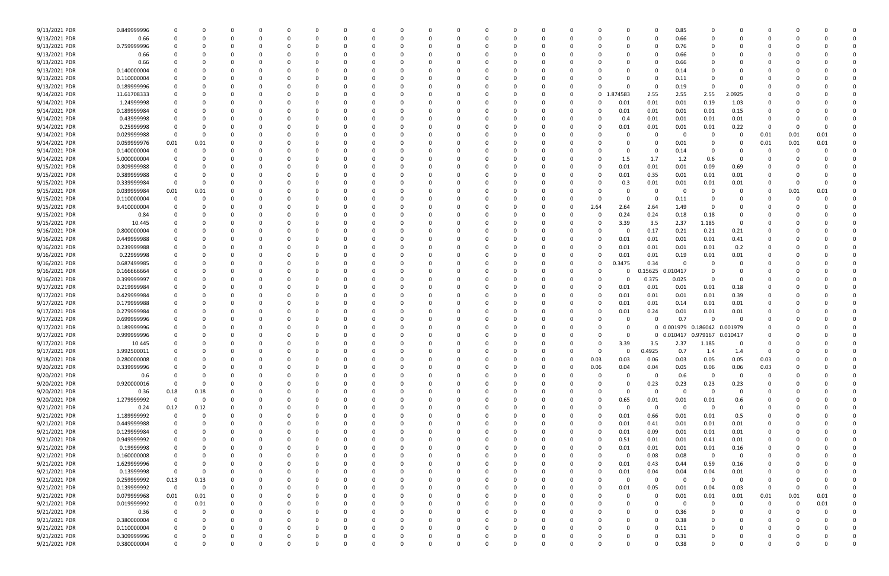| | | | | | | | | | | | | | | | | | | | | | | | | | |
|---|---|---|---|---|---|---|---|---|---|---|---|---|---|---|---|---|---|---|---|---|---|---|---|---|---|
| 9/13/2021 PDR | 0.849999996 | 0 | 0 | 0 | 0 | 0 | 0 | 0 | 0 | 0 | 0 | 0 | 0 | 0 | 0 | 0 | 0 | 0 | 0.85 | 0 | 0 | 0 | 0 | 0 | 0 |
| 9/13/2021 PDR | 0.66 | 0 | 0 | 0 | 0 | 0 | 0 | 0 | 0 | 0 | 0 | 0 | 0 | 0 | 0 | 0 | 0 | 0 | 0.66 | 0 | 0 | 0 | 0 | 0 | 0 |
| 9/13/2021 PDR | 0.759999996 | 0 | 0 | 0 | 0 | 0 | 0 | 0 | 0 | 0 | 0 | 0 | 0 | 0 | 0 | 0 | 0 | 0 | 0.76 | 0 | 0 | 0 | 0 | 0 | 0 |
| 9/13/2021 PDR | 0.66 | 0 | 0 | 0 | 0 | 0 | 0 | 0 | 0 | 0 | 0 | 0 | 0 | 0 | 0 | 0 | 0 | 0 | 0.66 | 0 | 0 | 0 | 0 | 0 | 0 |
| 9/13/2021 PDR | 0.66 | 0 | 0 | 0 | 0 | 0 | 0 | 0 | 0 | 0 | 0 | 0 | 0 | 0 | 0 | 0 | 0 | 0 | 0.66 | 0 | 0 | 0 | 0 | 0 | 0 |
| 9/13/2021 PDR | 0.140000004 | 0 | 0 | 0 | 0 | 0 | 0 | 0 | 0 | 0 | 0 | 0 | 0 | 0 | 0 | 0 | 0 | 0 | 0.14 | 0 | 0 | 0 | 0 | 0 | 0 |
| 9/13/2021 PDR | 0.110000004 | 0 | 0 | 0 | 0 | 0 | 0 | 0 | 0 | 0 | 0 | 0 | 0 | 0 | 0 | 0 | 0 | 0 | 0.11 | 0 | 0 | 0 | 0 | 0 | 0 |
| 9/13/2021 PDR | 0.189999996 | 0 | 0 | 0 | 0 | 0 | 0 | 0 | 0 | 0 | 0 | 0 | 0 | 0 | 0 | 0 | 0 | 0 | 0.19 | 0 | 0 | 0 | 0 | 0 | 0 |
| 9/14/2021 PDR | 11.61708333 | 0 | 0 | 0 | 0 | 0 | 0 | 0 | 0 | 0 | 0 | 0 | 0 | 0 | 0 | 0 | 1.874583 | 2.55 | 2.55 | 2.55 | 2.0925 | 0 | 0 | 0 | 0 |
| 9/14/2021 PDR | 1.24999998 | 0 | 0 | 0 | 0 | 0 | 0 | 0 | 0 | 0 | 0 | 0 | 0 | 0 | 0 | 0 | 0.01 | 0.01 | 0.01 | 0.19 | 1.03 | 0 | 0 | 0 | 0 |
| 9/14/2021 PDR | 0.189999984 | 0 | 0 | 0 | 0 | 0 | 0 | 0 | 0 | 0 | 0 | 0 | 0 | 0 | 0 | 0 | 0.01 | 0.01 | 0.01 | 0.01 | 0.15 | 0 | 0 | 0 | 0 |
| 9/14/2021 PDR | 0.43999998 | 0 | 0 | 0 | 0 | 0 | 0 | 0 | 0 | 0 | 0 | 0 | 0 | 0 | 0 | 0 | 0.4 | 0.01 | 0.01 | 0.01 | 0.01 | 0 | 0 | 0 | 0 |
| 9/14/2021 PDR | 0.25999998 | 0 | 0 | 0 | 0 | 0 | 0 | 0 | 0 | 0 | 0 | 0 | 0 | 0 | 0 | 0 | 0.01 | 0.01 | 0.01 | 0.01 | 0.22 | 0 | 0 | 0 | 0 |
| 9/14/2021 PDR | 0.029999988 | 0 | 0 | 0 | 0 | 0 | 0 | 0 | 0 | 0 | 0 | 0 | 0 | 0 | 0 | 0 | 0 | 0 | 0 | 0 | 0 | 0.01 | 0.01 | 0.01 | 0 |
| 9/14/2021 PDR | 0.059999976 | 0.01 | 0.01 | 0 | 0 | 0 | 0 | 0 | 0 | 0 | 0 | 0 | 0 | 0 | 0 | 0 | 0 | 0 | 0.01 | 0 | 0 | 0.01 | 0.01 | 0.01 | 0 |
| 9/14/2021 PDR | 0.140000004 | 0 | 0 | 0 | 0 | 0 | 0 | 0 | 0 | 0 | 0 | 0 | 0 | 0 | 0 | 0 | 0 | 0 | 0.14 | 0 | 0 | 0 | 0 | 0 | 0 |
| 9/14/2021 PDR | 5.000000004 | 0 | 0 | 0 | 0 | 0 | 0 | 0 | 0 | 0 | 0 | 0 | 0 | 0 | 0 | 0 | 1.5 | 1.7 | 1.2 | 0.6 | 0 | 0 | 0 | 0 | 0 |
| 9/15/2021 PDR | 0.809999988 | 0 | 0 | 0 | 0 | 0 | 0 | 0 | 0 | 0 | 0 | 0 | 0 | 0 | 0 | 0 | 0.01 | 0.01 | 0.01 | 0.09 | 0.69 | 0 | 0 | 0 | 0 |
| 9/15/2021 PDR | 0.389999988 | 0 | 0 | 0 | 0 | 0 | 0 | 0 | 0 | 0 | 0 | 0 | 0 | 0 | 0 | 0 | 0.01 | 0.35 | 0.01 | 0.01 | 0.01 | 0 | 0 | 0 | 0 |
| 9/15/2021 PDR | 0.339999984 | 0 | 0 | 0 | 0 | 0 | 0 | 0 | 0 | 0 | 0 | 0 | 0 | 0 | 0 | 0 | 0.3 | 0.01 | 0.01 | 0.01 | 0.01 | 0 | 0 | 0 | 0 |
| 9/15/2021 PDR | 0.039999984 | 0.01 | 0.01 | 0 | 0 | 0 | 0 | 0 | 0 | 0 | 0 | 0 | 0 | 0 | 0 | 0 | 0 | 0 | 0 | 0 | 0 | 0 | 0.01 | 0.01 | 0 |
| 9/15/2021 PDR | 0.110000004 | 0 | 0 | 0 | 0 | 0 | 0 | 0 | 0 | 0 | 0 | 0 | 0 | 0 | 0 | 0 | 0 | 0 | 0.11 | 0 | 0 | 0 | 0 | 0 | 0 |
| 9/15/2021 PDR | 9.410000004 | 0 | 0 | 0 | 0 | 0 | 0 | 0 | 0 | 0 | 0 | 0 | 0 | 0 | 0 | 2.64 | 2.64 | 2.64 | 1.49 | 0 | 0 | 0 | 0 | 0 | 0 |
| 9/15/2021 PDR | 0.84 | 0 | 0 | 0 | 0 | 0 | 0 | 0 | 0 | 0 | 0 | 0 | 0 | 0 | 0 | 0 | 0.24 | 0.24 | 0.18 | 0.18 | 0 | 0 | 0 | 0 | 0 |
| 9/15/2021 PDR | 10.445 | 0 | 0 | 0 | 0 | 0 | 0 | 0 | 0 | 0 | 0 | 0 | 0 | 0 | 0 | 0 | 3.39 | 3.5 | 2.37 | 1.185 | 0 | 0 | 0 | 0 | 0 |
| 9/16/2021 PDR | 0.800000004 | 0 | 0 | 0 | 0 | 0 | 0 | 0 | 0 | 0 | 0 | 0 | 0 | 0 | 0 | 0 | 0 | 0.17 | 0.21 | 0.21 | 0.21 | 0 | 0 | 0 | 0 |
| 9/16/2021 PDR | 0.449999988 | 0 | 0 | 0 | 0 | 0 | 0 | 0 | 0 | 0 | 0 | 0 | 0 | 0 | 0 | 0 | 0.01 | 0.01 | 0.01 | 0.01 | 0.41 | 0 | 0 | 0 | 0 |
| 9/16/2021 PDR | 0.239999988 | 0 | 0 | 0 | 0 | 0 | 0 | 0 | 0 | 0 | 0 | 0 | 0 | 0 | 0 | 0 | 0.01 | 0.01 | 0.01 | 0.01 | 0.2 | 0 | 0 | 0 | 0 |
| 9/16/2021 PDR | 0.22999998 | 0 | 0 | 0 | 0 | 0 | 0 | 0 | 0 | 0 | 0 | 0 | 0 | 0 | 0 | 0 | 0.01 | 0.01 | 0.19 | 0.01 | 0.01 | 0 | 0 | 0 | 0 |
| 9/16/2021 PDR | 0.687499985 | 0 | 0 | 0 | 0 | 0 | 0 | 0 | 0 | 0 | 0 | 0 | 0 | 0 | 0 | 0 | 0.3475 | 0.34 | 0 | 0 | 0 | 0 | 0 | 0 | 0 |
| 9/16/2021 PDR | 0.166666664 | 0 | 0 | 0 | 0 | 0 | 0 | 0 | 0 | 0 | 0 | 0 | 0 | 0 | 0 | 0 | 0 | 0.15625 | 0.010417 | 0 | 0 | 0 | 0 | 0 | 0 |
| 9/16/2021 PDR | 0.399999997 | 0 | 0 | 0 | 0 | 0 | 0 | 0 | 0 | 0 | 0 | 0 | 0 | 0 | 0 | 0 | 0 | 0.375 | 0.025 | 0 | 0 | 0 | 0 | 0 | 0 |
| 9/17/2021 PDR | 0.219999984 | 0 | 0 | 0 | 0 | 0 | 0 | 0 | 0 | 0 | 0 | 0 | 0 | 0 | 0 | 0 | 0.01 | 0.01 | 0.01 | 0.01 | 0.18 | 0 | 0 | 0 | 0 |
| 9/17/2021 PDR | 0.429999984 | 0 | 0 | 0 | 0 | 0 | 0 | 0 | 0 | 0 | 0 | 0 | 0 | 0 | 0 | 0 | 0.01 | 0.01 | 0.01 | 0.01 | 0.39 | 0 | 0 | 0 | 0 |
| 9/17/2021 PDR | 0.179999988 | 0 | 0 | 0 | 0 | 0 | 0 | 0 | 0 | 0 | 0 | 0 | 0 | 0 | 0 | 0 | 0.01 | 0.01 | 0.14 | 0.01 | 0.01 | 0 | 0 | 0 | 0 |
| 9/17/2021 PDR | 0.279999984 | 0 | 0 | 0 | 0 | 0 | 0 | 0 | 0 | 0 | 0 | 0 | 0 | 0 | 0 | 0 | 0.01 | 0.24 | 0.01 | 0.01 | 0.01 | 0 | 0 | 0 | 0 |
| 9/17/2021 PDR | 0.699999996 | 0 | 0 | 0 | 0 | 0 | 0 | 0 | 0 | 0 | 0 | 0 | 0 | 0 | 0 | 0 | 0 | 0 | 0.7 | 0 | 0 | 0 | 0 | 0 | 0 |
| 9/17/2021 PDR | 0.189999996 | 0 | 0 | 0 | 0 | 0 | 0 | 0 | 0 | 0 | 0 | 0 | 0 | 0 | 0 | 0 | 0 | 0 | 0.001979 | 0.186042 | 0.001979 | 0 | 0 | 0 | 0 |
| 9/17/2021 PDR | 0.999999996 | 0 | 0 | 0 | 0 | 0 | 0 | 0 | 0 | 0 | 0 | 0 | 0 | 0 | 0 | 0 | 0 | 0 | 0.010417 | 0.979167 | 0.010417 | 0 | 0 | 0 | 0 |
| 9/17/2021 PDR | 10.445 | 0 | 0 | 0 | 0 | 0 | 0 | 0 | 0 | 0 | 0 | 0 | 0 | 0 | 0 | 0 | 3.39 | 3.5 | 2.37 | 1.185 | 0 | 0 | 0 | 0 | 0 |
| 9/17/2021 PDR | 3.992500011 | 0 | 0 | 0 | 0 | 0 | 0 | 0 | 0 | 0 | 0 | 0 | 0 | 0 | 0 | 0 | 0 | 0.4925 | 0.7 | 1.4 | 1.4 | 0 | 0 | 0 | 0 |
| 9/18/2021 PDR | 0.280000008 | 0 | 0 | 0 | 0 | 0 | 0 | 0 | 0 | 0 | 0 | 0 | 0 | 0 | 0 | 0.03 | 0.03 | 0.06 | 0.03 | 0.05 | 0.05 | 0.03 | 0 | 0 | 0 |
| 9/20/2021 PDR | 0.339999996 | 0 | 0 | 0 | 0 | 0 | 0 | 0 | 0 | 0 | 0 | 0 | 0 | 0 | 0 | 0.06 | 0.04 | 0.04 | 0.05 | 0.06 | 0.06 | 0.03 | 0 | 0 | 0 |
| 9/20/2021 PDR | 0.6 | 0 | 0 | 0 | 0 | 0 | 0 | 0 | 0 | 0 | 0 | 0 | 0 | 0 | 0 | 0 | 0 | 0 | 0.6 | 0 | 0 | 0 | 0 | 0 | 0 |
| 9/20/2021 PDR | 0.920000016 | 0 | 0 | 0 | 0 | 0 | 0 | 0 | 0 | 0 | 0 | 0 | 0 | 0 | 0 | 0 | 0 | 0.23 | 0.23 | 0.23 | 0.23 | 0 | 0 | 0 | 0 |
| 9/20/2021 PDR | 0.36 | 0.18 | 0.18 | 0 | 0 | 0 | 0 | 0 | 0 | 0 | 0 | 0 | 0 | 0 | 0 | 0 | 0 | 0 | 0 | 0 | 0 | 0 | 0 | 0 | 0 |
| 9/20/2021 PDR | 1.279999992 | 0 | 0 | 0 | 0 | 0 | 0 | 0 | 0 | 0 | 0 | 0 | 0 | 0 | 0 | 0 | 0.65 | 0.01 | 0.01 | 0.01 | 0.6 | 0 | 0 | 0 | 0 |
| 9/21/2021 PDR | 0.24 | 0.12 | 0.12 | 0 | 0 | 0 | 0 | 0 | 0 | 0 | 0 | 0 | 0 | 0 | 0 | 0 | 0 | 0 | 0 | 0 | 0 | 0 | 0 | 0 | 0 |
| 9/21/2021 PDR | 1.189999992 | 0 | 0 | 0 | 0 | 0 | 0 | 0 | 0 | 0 | 0 | 0 | 0 | 0 | 0 | 0 | 0.01 | 0.66 | 0.01 | 0.01 | 0.5 | 0 | 0 | 0 | 0 |
| 9/21/2021 PDR | 0.449999988 | 0 | 0 | 0 | 0 | 0 | 0 | 0 | 0 | 0 | 0 | 0 | 0 | 0 | 0 | 0 | 0.01 | 0.41 | 0.01 | 0.01 | 0.01 | 0 | 0 | 0 | 0 |
| 9/21/2021 PDR | 0.129999984 | 0 | 0 | 0 | 0 | 0 | 0 | 0 | 0 | 0 | 0 | 0 | 0 | 0 | 0 | 0 | 0.01 | 0.09 | 0.01 | 0.01 | 0.01 | 0 | 0 | 0 | 0 |
| 9/21/2021 PDR | 0.94999992 | 0 | 0 | 0 | 0 | 0 | 0 | 0 | 0 | 0 | 0 | 0 | 0 | 0 | 0 | 0 | 0.51 | 0.01 | 0.01 | 0.41 | 0.01 | 0 | 0 | 0 | 0 |
| 9/21/2021 PDR | 0.19999998 | 0 | 0 | 0 | 0 | 0 | 0 | 0 | 0 | 0 | 0 | 0 | 0 | 0 | 0 | 0 | 0.01 | 0.01 | 0.01 | 0.01 | 0.16 | 0 | 0 | 0 | 0 |
| 9/21/2021 PDR | 0.160000008 | 0 | 0 | 0 | 0 | 0 | 0 | 0 | 0 | 0 | 0 | 0 | 0 | 0 | 0 | 0 | 0 | 0.08 | 0.08 | 0 | 0 | 0 | 0 | 0 | 0 |
| 9/21/2021 PDR | 1.629999996 | 0 | 0 | 0 | 0 | 0 | 0 | 0 | 0 | 0 | 0 | 0 | 0 | 0 | 0 | 0 | 0.01 | 0.43 | 0.44 | 0.59 | 0.16 | 0 | 0 | 0 | 0 |
| 9/21/2021 PDR | 0.13999998 | 0 | 0 | 0 | 0 | 0 | 0 | 0 | 0 | 0 | 0 | 0 | 0 | 0 | 0 | 0 | 0.01 | 0.04 | 0.04 | 0.04 | 0.01 | 0 | 0 | 0 | 0 |
| 9/21/2021 PDR | 0.259999992 | 0.13 | 0.13 | 0 | 0 | 0 | 0 | 0 | 0 | 0 | 0 | 0 | 0 | 0 | 0 | 0 | 0 | 0 | 0 | 0 | 0 | 0 | 0 | 0 | 0 |
| 9/21/2021 PDR | 0.139999992 | 0 | 0 | 0 | 0 | 0 | 0 | 0 | 0 | 0 | 0 | 0 | 0 | 0 | 0 | 0 | 0.01 | 0.05 | 0.01 | 0.04 | 0.03 | 0 | 0 | 0 | 0 |
| 9/21/2021 PDR | 0.079999968 | 0.01 | 0.01 | 0 | 0 | 0 | 0 | 0 | 0 | 0 | 0 | 0 | 0 | 0 | 0 | 0 | 0 | 0 | 0.01 | 0.01 | 0.01 | 0.01 | 0.01 | 0.01 | 0 |
| 9/21/2021 PDR | 0.019999992 | 0 | 0.01 | 0 | 0 | 0 | 0 | 0 | 0 | 0 | 0 | 0 | 0 | 0 | 0 | 0 | 0 | 0 | 0 | 0 | 0 | 0 | 0 | 0.01 | 0 |
| 9/21/2021 PDR | 0.36 | 0 | 0 | 0 | 0 | 0 | 0 | 0 | 0 | 0 | 0 | 0 | 0 | 0 | 0 | 0 | 0 | 0 | 0.36 | 0 | 0 | 0 | 0 | 0 | 0 |
| 9/21/2021 PDR | 0.380000004 | 0 | 0 | 0 | 0 | 0 | 0 | 0 | 0 | 0 | 0 | 0 | 0 | 0 | 0 | 0 | 0 | 0 | 0.38 | 0 | 0 | 0 | 0 | 0 | 0 |
| 9/21/2021 PDR | 0.110000004 | 0 | 0 | 0 | 0 | 0 | 0 | 0 | 0 | 0 | 0 | 0 | 0 | 0 | 0 | 0 | 0 | 0 | 0.11 | 0 | 0 | 0 | 0 | 0 | 0 |
| 9/21/2021 PDR | 0.309999996 | 0 | 0 | 0 | 0 | 0 | 0 | 0 | 0 | 0 | 0 | 0 | 0 | 0 | 0 | 0 | 0 | 0 | 0.31 | 0 | 0 | 0 | 0 | 0 | 0 |
| 9/21/2021 PDR | 0.380000004 | 0 | 0 | 0 | 0 | 0 | 0 | 0 | 0 | 0 | 0 | 0 | 0 | 0 | 0 | 0 | 0 | 0 | 0.38 | 0 | 0 | 0 | 0 | 0 | 0 |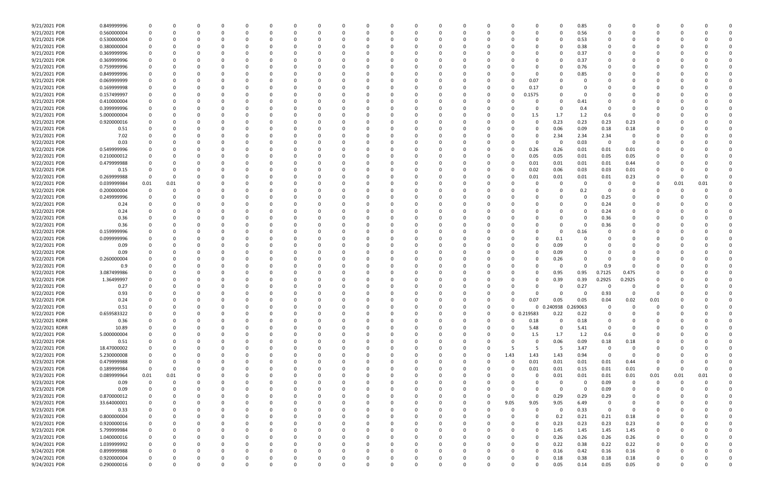| | | | | | | | | | | | | | | | | | | | | | | | | | | |
|---|---|---|---|---|---|---|---|---|---|---|---|---|---|---|---|---|---|---|---|---|---|---|---|---|---|---|
| 9/21/2021 PDR | 0.849999996 | 0 | 0 | 0 | 0 | 0 | 0 | 0 | 0 | 0 | 0 | 0 | 0 | 0 | 0 | 0 | 0 | 0 | 0 | 0.85 | 0 | 0 | 0 | 0 | 0 | 0 |
| 9/21/2021 PDR | 0.560000004 | 0 | 0 | 0 | 0 | 0 | 0 | 0 | 0 | 0 | 0 | 0 | 0 | 0 | 0 | 0 | 0 | 0 | 0 | 0.56 | 0 | 0 | 0 | 0 | 0 | 0 |
| 9/21/2021 PDR | 0.530000004 | 0 | 0 | 0 | 0 | 0 | 0 | 0 | 0 | 0 | 0 | 0 | 0 | 0 | 0 | 0 | 0 | 0 | 0 | 0.53 | 0 | 0 | 0 | 0 | 0 | 0 |
| 9/21/2021 PDR | 0.380000004 | 0 | 0 | 0 | 0 | 0 | 0 | 0 | 0 | 0 | 0 | 0 | 0 | 0 | 0 | 0 | 0 | 0 | 0 | 0.38 | 0 | 0 | 0 | 0 | 0 | 0 |
| 9/21/2021 PDR | 0.369999996 | 0 | 0 | 0 | 0 | 0 | 0 | 0 | 0 | 0 | 0 | 0 | 0 | 0 | 0 | 0 | 0 | 0 | 0 | 0.37 | 0 | 0 | 0 | 0 | 0 | 0 |
| 9/21/2021 PDR | 0.369999996 | 0 | 0 | 0 | 0 | 0 | 0 | 0 | 0 | 0 | 0 | 0 | 0 | 0 | 0 | 0 | 0 | 0 | 0 | 0.37 | 0 | 0 | 0 | 0 | 0 | 0 |
| 9/21/2021 PDR | 0.759999996 | 0 | 0 | 0 | 0 | 0 | 0 | 0 | 0 | 0 | 0 | 0 | 0 | 0 | 0 | 0 | 0 | 0 | 0 | 0.76 | 0 | 0 | 0 | 0 | 0 | 0 |
| 9/21/2021 PDR | 0.849999996 | 0 | 0 | 0 | 0 | 0 | 0 | 0 | 0 | 0 | 0 | 0 | 0 | 0 | 0 | 0 | 0 | 0 | 0 | 0.85 | 0 | 0 | 0 | 0 | 0 | 0 |
| 9/21/2021 PDR | 0.069999999 | 0 | 0 | 0 | 0 | 0 | 0 | 0 | 0 | 0 | 0 | 0 | 0 | 0 | 0 | 0 | 0 | 0.07 | 0 | 0 | 0 | 0 | 0 | 0 | 0 | 0 |
| 9/21/2021 PDR | 0.169999998 | 0 | 0 | 0 | 0 | 0 | 0 | 0 | 0 | 0 | 0 | 0 | 0 | 0 | 0 | 0 | 0 | 0.17 | 0 | 0 | 0 | 0 | 0 | 0 | 0 | 0 |
| 9/21/2021 PDR | 0.157499997 | 0 | 0 | 0 | 0 | 0 | 0 | 0 | 0 | 0 | 0 | 0 | 0 | 0 | 0 | 0 | 0 | 0.1575 | 0 | 0 | 0 | 0 | 0 | 0 | 0 | 0 |
| 9/21/2021 PDR | 0.410000004 | 0 | 0 | 0 | 0 | 0 | 0 | 0 | 0 | 0 | 0 | 0 | 0 | 0 | 0 | 0 | 0 | 0 | 0 | 0.41 | 0 | 0 | 0 | 0 | 0 | 0 |
| 9/21/2021 PDR | 0.399999996 | 0 | 0 | 0 | 0 | 0 | 0 | 0 | 0 | 0 | 0 | 0 | 0 | 0 | 0 | 0 | 0 | 0 | 0 | 0.4 | 0 | 0 | 0 | 0 | 0 | 0 |
| 9/21/2021 PDR | 5.000000004 | 0 | 0 | 0 | 0 | 0 | 0 | 0 | 0 | 0 | 0 | 0 | 0 | 0 | 0 | 0 | 0 | 1.5 | 1.7 | 1.2 | 0.6 | 0 | 0 | 0 | 0 | 0 |
| 9/21/2021 PDR | 0.920000016 | 0 | 0 | 0 | 0 | 0 | 0 | 0 | 0 | 0 | 0 | 0 | 0 | 0 | 0 | 0 | 0 | 0 | 0.23 | 0.23 | 0.23 | 0.23 | 0 | 0 | 0 | 0 |
| 9/21/2021 PDR | 0.51 | 0 | 0 | 0 | 0 | 0 | 0 | 0 | 0 | 0 | 0 | 0 | 0 | 0 | 0 | 0 | 0 | 0 | 0.06 | 0.09 | 0.18 | 0.18 | 0 | 0 | 0 | 0 |
| 9/21/2021 PDR | 7.02 | 0 | 0 | 0 | 0 | 0 | 0 | 0 | 0 | 0 | 0 | 0 | 0 | 0 | 0 | 0 | 0 | 0 | 2.34 | 2.34 | 2.34 | 0 | 0 | 0 | 0 | 0 |
| 9/22/2021 PDR | 0.03 | 0 | 0 | 0 | 0 | 0 | 0 | 0 | 0 | 0 | 0 | 0 | 0 | 0 | 0 | 0 | 0 | 0 | 0 | 0.03 | 0 | 0 | 0 | 0 | 0 | 0 |
| 9/22/2021 PDR | 0.549999996 | 0 | 0 | 0 | 0 | 0 | 0 | 0 | 0 | 0 | 0 | 0 | 0 | 0 | 0 | 0 | 0 | 0.26 | 0.26 | 0.01 | 0.01 | 0.01 | 0 | 0 | 0 | 0 |
| 9/22/2021 PDR | 0.210000012 | 0 | 0 | 0 | 0 | 0 | 0 | 0 | 0 | 0 | 0 | 0 | 0 | 0 | 0 | 0 | 0 | 0.05 | 0.05 | 0.01 | 0.05 | 0.05 | 0 | 0 | 0 | 0 |
| 9/22/2021 PDR | 0.479999988 | 0 | 0 | 0 | 0 | 0 | 0 | 0 | 0 | 0 | 0 | 0 | 0 | 0 | 0 | 0 | 0 | 0.01 | 0.01 | 0.01 | 0.01 | 0.44 | 0 | 0 | 0 | 0 |
| 9/22/2021 PDR | 0.15 | 0 | 0 | 0 | 0 | 0 | 0 | 0 | 0 | 0 | 0 | 0 | 0 | 0 | 0 | 0 | 0 | 0.02 | 0.06 | 0.03 | 0.03 | 0.01 | 0 | 0 | 0 | 0 |
| 9/22/2021 PDR | 0.269999988 | 0 | 0 | 0 | 0 | 0 | 0 | 0 | 0 | 0 | 0 | 0 | 0 | 0 | 0 | 0 | 0 | 0.01 | 0.01 | 0.01 | 0.01 | 0.23 | 0 | 0 | 0 | 0 |
| 9/22/2021 PDR | 0.039999984 | 0.01 | 0.01 | 0 | 0 | 0 | 0 | 0 | 0 | 0 | 0 | 0 | 0 | 0 | 0 | 0 | 0 | 0 | 0 | 0 | 0 | 0 | 0 | 0.01 | 0.01 | 0 |
| 9/22/2021 PDR | 0.200000004 | 0 | 0 | 0 | 0 | 0 | 0 | 0 | 0 | 0 | 0 | 0 | 0 | 0 | 0 | 0 | 0 | 0 | 0 | 0.2 | 0 | 0 | 0 | 0 | 0 | 0 |
| 9/22/2021 PDR | 0.249999996 | 0 | 0 | 0 | 0 | 0 | 0 | 0 | 0 | 0 | 0 | 0 | 0 | 0 | 0 | 0 | 0 | 0 | 0 | 0 | 0.25 | 0 | 0 | 0 | 0 | 0 |
| 9/22/2021 PDR | 0.24 | 0 | 0 | 0 | 0 | 0 | 0 | 0 | 0 | 0 | 0 | 0 | 0 | 0 | 0 | 0 | 0 | 0 | 0 | 0 | 0.24 | 0 | 0 | 0 | 0 | 0 |
| 9/22/2021 PDR | 0.24 | 0 | 0 | 0 | 0 | 0 | 0 | 0 | 0 | 0 | 0 | 0 | 0 | 0 | 0 | 0 | 0 | 0 | 0 | 0 | 0.24 | 0 | 0 | 0 | 0 | 0 |
| 9/22/2021 PDR | 0.36 | 0 | 0 | 0 | 0 | 0 | 0 | 0 | 0 | 0 | 0 | 0 | 0 | 0 | 0 | 0 | 0 | 0 | 0 | 0 | 0.36 | 0 | 0 | 0 | 0 | 0 |
| 9/22/2021 PDR | 0.36 | 0 | 0 | 0 | 0 | 0 | 0 | 0 | 0 | 0 | 0 | 0 | 0 | 0 | 0 | 0 | 0 | 0 | 0 | 0 | 0.36 | 0 | 0 | 0 | 0 | 0 |
| 9/22/2021 PDR | 0.159999996 | 0 | 0 | 0 | 0 | 0 | 0 | 0 | 0 | 0 | 0 | 0 | 0 | 0 | 0 | 0 | 0 | 0 | 0 | 0.16 | 0 | 0 | 0 | 0 | 0 | 0 |
| 9/22/2021 PDR | 0.099999996 | 0 | 0 | 0 | 0 | 0 | 0 | 0 | 0 | 0 | 0 | 0 | 0 | 0 | 0 | 0 | 0 | 0 | 0.1 | 0 | 0 | 0 | 0 | 0 | 0 | 0 |
| 9/22/2021 PDR | 0.09 | 0 | 0 | 0 | 0 | 0 | 0 | 0 | 0 | 0 | 0 | 0 | 0 | 0 | 0 | 0 | 0 | 0 | 0.09 | 0 | 0 | 0 | 0 | 0 | 0 | 0 |
| 9/22/2021 PDR | 0.09 | 0 | 0 | 0 | 0 | 0 | 0 | 0 | 0 | 0 | 0 | 0 | 0 | 0 | 0 | 0 | 0 | 0 | 0.09 | 0 | 0 | 0 | 0 | 0 | 0 | 0 |
| 9/22/2021 PDR | 0.260000004 | 0 | 0 | 0 | 0 | 0 | 0 | 0 | 0 | 0 | 0 | 0 | 0 | 0 | 0 | 0 | 0 | 0 | 0.26 | 0 | 0 | 0 | 0 | 0 | 0 | 0 |
| 9/22/2021 PDR | 0.9 | 0 | 0 | 0 | 0 | 0 | 0 | 0 | 0 | 0 | 0 | 0 | 0 | 0 | 0 | 0 | 0 | 0 | 0 | 0 | 0.9 | 0 | 0 | 0 | 0 | 0 |
| 9/22/2021 PDR | 3.087499986 | 0 | 0 | 0 | 0 | 0 | 0 | 0 | 0 | 0 | 0 | 0 | 0 | 0 | 0 | 0 | 0 | 0 | 0.95 | 0.95 | 0.7125 | 0.475 | 0 | 0 | 0 | 0 |
| 9/22/2021 PDR | 1.36499997 | 0 | 0 | 0 | 0 | 0 | 0 | 0 | 0 | 0 | 0 | 0 | 0 | 0 | 0 | 0 | 0 | 0 | 0.39 | 0.39 | 0.2925 | 0.2925 | 0 | 0 | 0 | 0 |
| 9/22/2021 PDR | 0.27 | 0 | 0 | 0 | 0 | 0 | 0 | 0 | 0 | 0 | 0 | 0 | 0 | 0 | 0 | 0 | 0 | 0 | 0 | 0.27 | 0 | 0 | 0 | 0 | 0 | 0 |
| 9/22/2021 PDR | 0.93 | 0 | 0 | 0 | 0 | 0 | 0 | 0 | 0 | 0 | 0 | 0 | 0 | 0 | 0 | 0 | 0 | 0 | 0 | 0 | 0.93 | 0 | 0 | 0 | 0 | 0 |
| 9/22/2021 PDR | 0.24 | 0 | 0 | 0 | 0 | 0 | 0 | 0 | 0 | 0 | 0 | 0 | 0 | 0 | 0 | 0 | 0 | 0.07 | 0.05 | 0.05 | 0.04 | 0.02 | 0.01 | 0 | 0 | 0 |
| 9/22/2021 PDR | 0.51 | 0 | 0 | 0 | 0 | 0 | 0 | 0 | 0 | 0 | 0 | 0 | 0 | 0 | 0 | 0 | 0 | 0 | 0.240938 | 0.269063 | 0 | 0 | 0 | 0 | 0 | 0 |
| 9/22/2021 PDR | 0.659583322 | 0 | 0 | 0 | 0 | 0 | 0 | 0 | 0 | 0 | 0 | 0 | 0 | 0 | 0 | 0 | 0 | 0.219583 | 0.22 | 0.22 | 0 | 0 | 0 | 0 | 0 | 0 |
| 9/22/2021 RDRR | 0.36 | 0 | 0 | 0 | 0 | 0 | 0 | 0 | 0 | 0 | 0 | 0 | 0 | 0 | 0 | 0 | 0 | 0.18 | 0 | 0.18 | 0 | 0 | 0 | 0 | 0 | 0 |
| 9/22/2021 RDRR | 10.89 | 0 | 0 | 0 | 0 | 0 | 0 | 0 | 0 | 0 | 0 | 0 | 0 | 0 | 0 | 0 | 0 | 5.48 | 0 | 5.41 | 0 | 0 | 0 | 0 | 0 | 0 |
| 9/22/2021 PDR | 5.000000004 | 0 | 0 | 0 | 0 | 0 | 0 | 0 | 0 | 0 | 0 | 0 | 0 | 0 | 0 | 0 | 0 | 1.5 | 1.7 | 1.2 | 0.6 | 0 | 0 | 0 | 0 | 0 |
| 9/22/2021 PDR | 0.51 | 0 | 0 | 0 | 0 | 0 | 0 | 0 | 0 | 0 | 0 | 0 | 0 | 0 | 0 | 0 | 0 | 0 | 0.06 | 0.09 | 0.18 | 0.18 | 0 | 0 | 0 | 0 |
| 9/22/2021 PDR | 18.47000002 | 0 | 0 | 0 | 0 | 0 | 0 | 0 | 0 | 0 | 0 | 0 | 0 | 0 | 0 | 0 | 5 | 5 | 5 | 3.47 | 0 | 0 | 0 | 0 | 0 | 0 |
| 9/22/2021 PDR | 5.230000008 | 0 | 0 | 0 | 0 | 0 | 0 | 0 | 0 | 0 | 0 | 0 | 0 | 0 | 0 | 0 | 1.43 | 1.43 | 1.43 | 0.94 | 0 | 0 | 0 | 0 | 0 | 0 |
| 9/23/2021 PDR | 0.479999988 | 0 | 0 | 0 | 0 | 0 | 0 | 0 | 0 | 0 | 0 | 0 | 0 | 0 | 0 | 0 | 0 | 0.01 | 0.01 | 0.01 | 0.01 | 0.44 | 0 | 0 | 0 | 0 |
| 9/23/2021 PDR | 0.189999984 | 0 | 0 | 0 | 0 | 0 | 0 | 0 | 0 | 0 | 0 | 0 | 0 | 0 | 0 | 0 | 0 | 0.01 | 0.01 | 0.15 | 0.01 | 0.01 | 0 | 0 | 0 | 0 |
| 9/23/2021 PDR | 0.089999964 | 0.01 | 0.01 | 0 | 0 | 0 | 0 | 0 | 0 | 0 | 0 | 0 | 0 | 0 | 0 | 0 | 0 | 0 | 0.01 | 0.01 | 0.01 | 0.01 | 0.01 | 0.01 | 0.01 | 0 |
| 9/23/2021 PDR | 0.09 | 0 | 0 | 0 | 0 | 0 | 0 | 0 | 0 | 0 | 0 | 0 | 0 | 0 | 0 | 0 | 0 | 0 | 0 | 0 | 0.09 | 0 | 0 | 0 | 0 | 0 |
| 9/23/2021 PDR | 0.09 | 0 | 0 | 0 | 0 | 0 | 0 | 0 | 0 | 0 | 0 | 0 | 0 | 0 | 0 | 0 | 0 | 0 | 0 | 0 | 0.09 | 0 | 0 | 0 | 0 | 0 |
| 9/23/2021 PDR | 0.870000012 | 0 | 0 | 0 | 0 | 0 | 0 | 0 | 0 | 0 | 0 | 0 | 0 | 0 | 0 | 0 | 0 | 0 | 0.29 | 0.29 | 0.29 | 0 | 0 | 0 | 0 | 0 |
| 9/23/2021 PDR | 33.64000001 | 0 | 0 | 0 | 0 | 0 | 0 | 0 | 0 | 0 | 0 | 0 | 0 | 0 | 0 | 0 | 9.05 | 9.05 | 9.05 | 6.49 | 0 | 0 | 0 | 0 | 0 | 0 |
| 9/23/2021 PDR | 0.33 | 0 | 0 | 0 | 0 | 0 | 0 | 0 | 0 | 0 | 0 | 0 | 0 | 0 | 0 | 0 | 0 | 0 | 0 | 0.33 | 0 | 0 | 0 | 0 | 0 | 0 |
| 9/23/2021 PDR | 0.800000004 | 0 | 0 | 0 | 0 | 0 | 0 | 0 | 0 | 0 | 0 | 0 | 0 | 0 | 0 | 0 | 0 | 0 | 0.2 | 0.21 | 0.21 | 0.18 | 0 | 0 | 0 | 0 |
| 9/23/2021 PDR | 0.920000016 | 0 | 0 | 0 | 0 | 0 | 0 | 0 | 0 | 0 | 0 | 0 | 0 | 0 | 0 | 0 | 0 | 0 | 0.23 | 0.23 | 0.23 | 0.23 | 0 | 0 | 0 | 0 |
| 9/23/2021 PDR | 5.799999984 | 0 | 0 | 0 | 0 | 0 | 0 | 0 | 0 | 0 | 0 | 0 | 0 | 0 | 0 | 0 | 0 | 0 | 1.45 | 1.45 | 1.45 | 1.45 | 0 | 0 | 0 | 0 |
| 9/23/2021 PDR | 1.040000016 | 0 | 0 | 0 | 0 | 0 | 0 | 0 | 0 | 0 | 0 | 0 | 0 | 0 | 0 | 0 | 0 | 0 | 0.26 | 0.26 | 0.26 | 0.26 | 0 | 0 | 0 | 0 |
| 9/24/2021 PDR | 1.039999992 | 0 | 0 | 0 | 0 | 0 | 0 | 0 | 0 | 0 | 0 | 0 | 0 | 0 | 0 | 0 | 0 | 0 | 0.22 | 0.38 | 0.22 | 0.22 | 0 | 0 | 0 | 0 |
| 9/24/2021 PDR | 0.899999988 | 0 | 0 | 0 | 0 | 0 | 0 | 0 | 0 | 0 | 0 | 0 | 0 | 0 | 0 | 0 | 0 | 0 | 0.16 | 0.42 | 0.16 | 0.16 | 0 | 0 | 0 | 0 |
| 9/24/2021 PDR | 0.920000004 | 0 | 0 | 0 | 0 | 0 | 0 | 0 | 0 | 0 | 0 | 0 | 0 | 0 | 0 | 0 | 0 | 0 | 0.18 | 0.38 | 0.18 | 0.18 | 0 | 0 | 0 | 0 |
| 9/24/2021 PDR | 0.290000016 | 0 | 0 | 0 | 0 | 0 | 0 | 0 | 0 | 0 | 0 | 0 | 0 | 0 | 0 | 0 | 0 | 0 | 0.05 | 0.14 | 0.05 | 0.05 | 0 | 0 | 0 | 0 |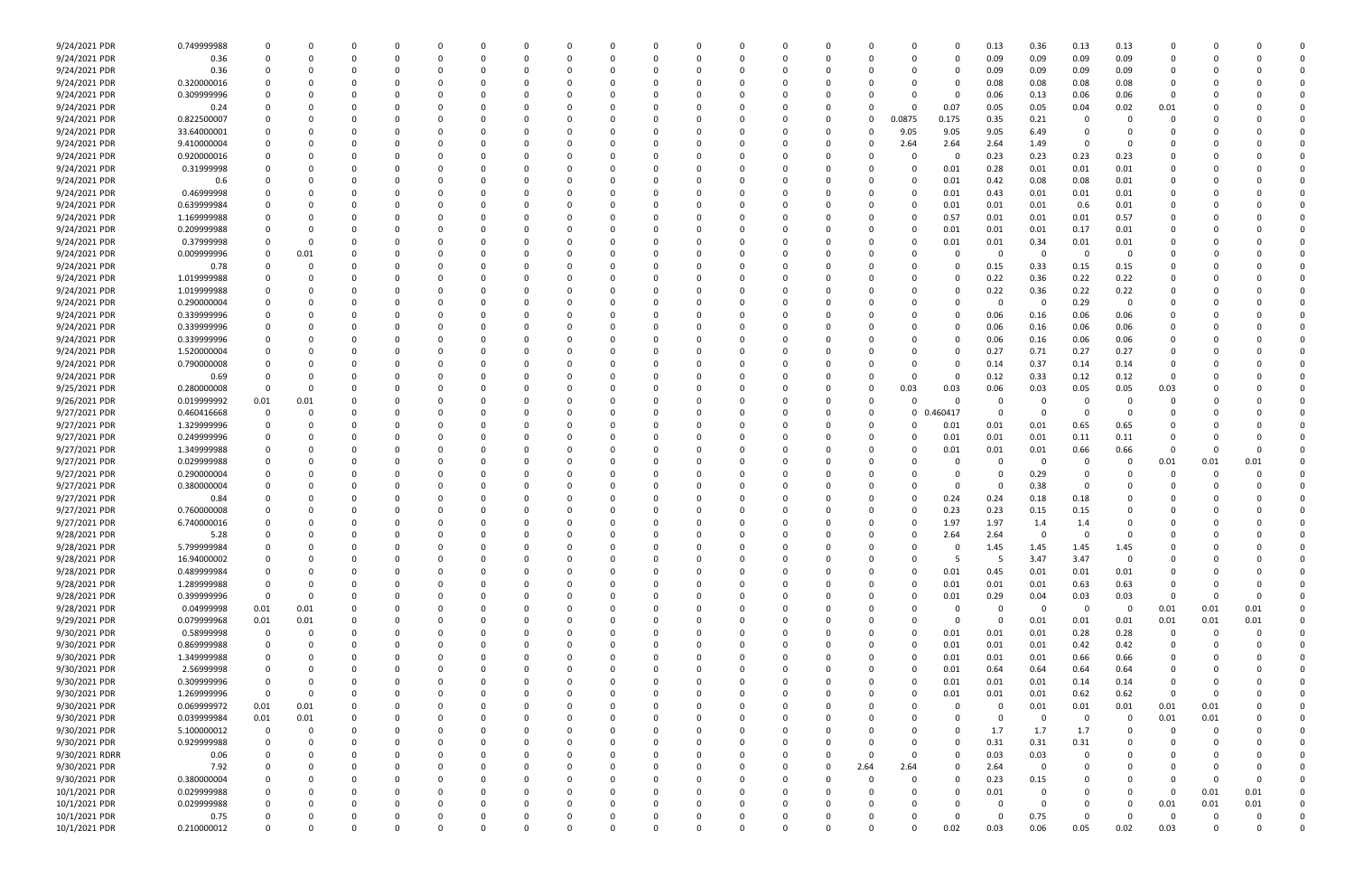| | | | | | | | | | | | | | | | | | | | | | | | | | | | | | | | | |
|---|---|---|---|---|---|---|---|---|---|---|---|---|---|---|---|---|---|---|---|---|---|---|---|---|---|---|---|---|---|---|---|---|---|
| 9/24/2021 | PDR | 0.749999988 | 0 | 0 | 0 | 0 | 0 | 0 | 0 | 0 | 0 | 0 | 0 | 0 | 0 | 0 | 0 | 0 | 0 | 0 | 0 | 0 | 0 | 0 | 0 | 0.13 | 0.36 | 0.13 | 0.13 | 0 | 0 | 0 | 0 |
| 9/24/2021 | PDR | 0.36 | 0 | 0 | 0 | 0 | 0 | 0 | 0 | 0 | 0 | 0 | 0 | 0 | 0 | 0 | 0 | 0 | 0 | 0 | 0 | 0 | 0 | 0.09 | 0.09 | 0.09 | 0.09 | 0 | 0 | 0 | 0 |
| 9/24/2021 | PDR | 0.36 | 0 | 0 | 0 | 0 | 0 | 0 | 0 | 0 | 0 | 0 | 0 | 0 | 0 | 0 | 0 | 0 | 0 | 0 | 0 | 0 | 0 | 0 | 0 | 0.09 | 0.09 | 0.09 | 0.09 | 0 | 0 | 0 | 0 |
| 9/24/2021 | PDR | 0.320000016 | 0 | 0 | 0 | 0 | 0 | 0 | 0 | 0 | 0 | 0 | 0 | 0 | 0 | 0 | 0 | 0 | 0 | 0 | 0 | 0 | 0 | 0 | 0 | 0.08 | 0.08 | 0.08 | 0.08 | 0 | 0 | 0 | 0 |
| 9/24/2021 | PDR | 0.309999996 | 0 | 0 | 0 | 0 | 0 | 0 | 0 | 0 | 0 | 0 | 0 | 0 | 0 | 0 | 0 | 0 | 0 | 0 | 0 | 0 | 0 | 0 | 0 | 0.06 | 0.13 | 0.06 | 0.06 | 0 | 0 | 0 | 0 |
| 9/24/2021 | PDR | 0.24 | 0 | 0 | 0 | 0 | 0 | 0 | 0 | 0 | 0 | 0 | 0 | 0 | 0 | 0 | 0 | 0 | 0 | 0 | 0 | 0 | 0 | 0 | 0.07 | 0.05 | 0.05 | 0.04 | 0.02 | 0.01 | 0 | 0 | 0 |
| 9/24/2021 | PDR | 0.822500007 | 0 | 0 | 0 | 0 | 0 | 0 | 0 | 0 | 0 | 0 | 0 | 0 | 0 | 0 | 0 | 0 | 0 | 0 | 0 | 0 | 0 | 0.0875 | 0.175 | 0.35 | 0.21 | 0 | 0 | 0 | 0 | 0 | 0 |
| 9/24/2021 | PDR | 33.64000001 | 0 | 0 | 0 | 0 | 0 | 0 | 0 | 0 | 0 | 0 | 0 | 0 | 0 | 0 | 0 | 0 | 0 | 0 | 0 | 0 | 0 | 9.05 | 9.05 | 9.05 | 6.49 | 0 | 0 | 0 | 0 | 0 | 0 |
| 9/24/2021 | PDR | 9.410000004 | 0 | 0 | 0 | 0 | 0 | 0 | 0 | 0 | 0 | 0 | 0 | 0 | 0 | 0 | 0 | 0 | 0 | 0 | 0 | 0 | 0 | 2.64 | 2.64 | 2.64 | 1.49 | 0 | 0 | 0 | 0 | 0 | 0 |
| 9/24/2021 | PDR | 0.920000016 | 0 | 0 | 0 | 0 | 0 | 0 | 0 | 0 | 0 | 0 | 0 | 0 | 0 | 0 | 0 | 0 | 0 | 0 | 0 | 0 | 0 | 0 | 0 | 0.23 | 0.23 | 0.23 | 0.23 | 0 | 0 | 0 | 0 |
| 9/24/2021 | PDR | 0.31999998 | 0 | 0 | 0 | 0 | 0 | 0 | 0 | 0 | 0 | 0 | 0 | 0 | 0 | 0 | 0 | 0 | 0 | 0 | 0 | 0 | 0 | 0 | 0.01 | 0.28 | 0.01 | 0.01 | 0.01 | 0 | 0 | 0 | 0 |
| 9/24/2021 | PDR | 0.6 | 0 | 0 | 0 | 0 | 0 | 0 | 0 | 0 | 0 | 0 | 0 | 0 | 0 | 0 | 0 | 0 | 0 | 0 | 0 | 0 | 0 | 0 | 0.01 | 0.42 | 0.08 | 0.08 | 0.01 | 0 | 0 | 0 | 0 |
| 9/24/2021 | PDR | 0.46999998 | 0 | 0 | 0 | 0 | 0 | 0 | 0 | 0 | 0 | 0 | 0 | 0 | 0 | 0 | 0 | 0 | 0 | 0 | 0 | 0 | 0 | 0 | 0.01 | 0.43 | 0.01 | 0.01 | 0.01 | 0 | 0 | 0 | 0 |
| 9/24/2021 | PDR | 0.639999984 | 0 | 0 | 0 | 0 | 0 | 0 | 0 | 0 | 0 | 0 | 0 | 0 | 0 | 0 | 0 | 0 | 0 | 0 | 0 | 0 | 0 | 0 | 0.01 | 0.01 | 0.01 | 0.6 | 0.01 | 0 | 0 | 0 | 0 |
| 9/24/2021 | PDR | 1.169999988 | 0 | 0 | 0 | 0 | 0 | 0 | 0 | 0 | 0 | 0 | 0 | 0 | 0 | 0 | 0 | 0 | 0 | 0 | 0 | 0 | 0 | 0 | 0.57 | 0.01 | 0.01 | 0.01 | 0.57 | 0 | 0 | 0 | 0 |
| 9/24/2021 | PDR | 0.209999988 | 0 | 0 | 0 | 0 | 0 | 0 | 0 | 0 | 0 | 0 | 0 | 0 | 0 | 0 | 0 | 0 | 0 | 0 | 0 | 0 | 0 | 0 | 0.01 | 0.01 | 0.01 | 0.17 | 0.01 | 0 | 0 | 0 | 0 |
| 9/24/2021 | PDR | 0.37999998 | 0 | 0 | 0 | 0 | 0 | 0 | 0 | 0 | 0 | 0 | 0 | 0 | 0 | 0 | 0 | 0 | 0 | 0 | 0 | 0 | 0 | 0 | 0.01 | 0.01 | 0.34 | 0.01 | 0.01 | 0 | 0 | 0 | 0 |
| 9/24/2021 | PDR | 0.009999996 | 0 | 0.01 | 0 | 0 | 0 | 0 | 0 | 0 | 0 | 0 | 0 | 0 | 0 | 0 | 0 | 0 | 0 | 0 | 0 | 0 | 0 | 0 | 0 | 0 | 0 | 0 | 0 | 0 | 0 | 0 | 0 |
| 9/24/2021 | PDR | 0.78 | 0 | 0 | 0 | 0 | 0 | 0 | 0 | 0 | 0 | 0 | 0 | 0 | 0 | 0 | 0 | 0 | 0 | 0 | 0 | 0 | 0 | 0 | 0 | 0.15 | 0.33 | 0.15 | 0.15 | 0 | 0 | 0 | 0 |
| 9/24/2021 | PDR | 1.019999988 | 0 | 0 | 0 | 0 | 0 | 0 | 0 | 0 | 0 | 0 | 0 | 0 | 0 | 0 | 0 | 0 | 0 | 0 | 0 | 0 | 0 | 0 | 0 | 0.22 | 0.36 | 0.22 | 0.22 | 0 | 0 | 0 | 0 |
| 9/24/2021 | PDR | 1.019999988 | 0 | 0 | 0 | 0 | 0 | 0 | 0 | 0 | 0 | 0 | 0 | 0 | 0 | 0 | 0 | 0 | 0 | 0 | 0 | 0 | 0 | 0 | 0 | 0.22 | 0.36 | 0.22 | 0.22 | 0 | 0 | 0 | 0 |
| 9/24/2021 | PDR | 0.290000004 | 0 | 0 | 0 | 0 | 0 | 0 | 0 | 0 | 0 | 0 | 0 | 0 | 0 | 0 | 0 | 0 | 0 | 0 | 0 | 0 | 0 | 0 | 0 | 0 | 0 | 0.29 | 0 | 0 | 0 | 0 | 0 |
| 9/24/2021 | PDR | 0.339999996 | 0 | 0 | 0 | 0 | 0 | 0 | 0 | 0 | 0 | 0 | 0 | 0 | 0 | 0 | 0 | 0 | 0 | 0 | 0 | 0 | 0 | 0 | 0 | 0.06 | 0.16 | 0.06 | 0.06 | 0 | 0 | 0 | 0 |
| 9/24/2021 | PDR | 0.339999996 | 0 | 0 | 0 | 0 | 0 | 0 | 0 | 0 | 0 | 0 | 0 | 0 | 0 | 0 | 0 | 0 | 0 | 0 | 0 | 0 | 0 | 0 | 0 | 0.06 | 0.16 | 0.06 | 0.06 | 0 | 0 | 0 | 0 |
| 9/24/2021 | PDR | 0.339999996 | 0 | 0 | 0 | 0 | 0 | 0 | 0 | 0 | 0 | 0 | 0 | 0 | 0 | 0 | 0 | 0 | 0 | 0 | 0 | 0 | 0 | 0 | 0 | 0.06 | 0.16 | 0.06 | 0.06 | 0 | 0 | 0 | 0 |
| 9/24/2021 | PDR | 1.520000004 | 0 | 0 | 0 | 0 | 0 | 0 | 0 | 0 | 0 | 0 | 0 | 0 | 0 | 0 | 0 | 0 | 0 | 0 | 0 | 0 | 0 | 0 | 0 | 0.27 | 0.71 | 0.27 | 0.27 | 0 | 0 | 0 | 0 |
| 9/24/2021 | PDR | 0.790000008 | 0 | 0 | 0 | 0 | 0 | 0 | 0 | 0 | 0 | 0 | 0 | 0 | 0 | 0 | 0 | 0 | 0 | 0 | 0 | 0 | 0 | 0 | 0 | 0.14 | 0.37 | 0.14 | 0.14 | 0 | 0 | 0 | 0 |
| 9/24/2021 | PDR | 0.69 | 0 | 0 | 0 | 0 | 0 | 0 | 0 | 0 | 0 | 0 | 0 | 0 | 0 | 0 | 0 | 0 | 0 | 0 | 0 | 0 | 0 | 0 | 0 | 0.12 | 0.33 | 0.12 | 0.12 | 0 | 0 | 0 | 0 |
| 9/25/2021 | PDR | 0.280000008 | 0 | 0 | 0 | 0 | 0 | 0 | 0 | 0 | 0 | 0 | 0 | 0 | 0 | 0 | 0 | 0 | 0 | 0 | 0 | 0 | 0 | 0.03 | 0.03 | 0.06 | 0.03 | 0.05 | 0.05 | 0.03 | 0 | 0 | 0 |
| 9/26/2021 | PDR | 0.019999992 | 0.01 | 0.01 | 0 | 0 | 0 | 0 | 0 | 0 | 0 | 0 | 0 | 0 | 0 | 0 | 0 | 0 | 0 | 0 | 0 | 0 | 0 | 0 | 0 | 0 | 0 | 0 | 0 | 0 | 0 | 0 | 0 |
| 9/27/2021 | PDR | 0.460416668 | 0 | 0 | 0 | 0 | 0 | 0 | 0 | 0 | 0 | 0 | 0 | 0 | 0 | 0 | 0 | 0 | 0 | 0 | 0 | 0 | 0 | 0 | 0.460417 | 0 | 0 | 0 | 0 | 0 | 0 | 0 | 0 |
| 9/27/2021 | PDR | 1.329999996 | 0 | 0 | 0 | 0 | 0 | 0 | 0 | 0 | 0 | 0 | 0 | 0 | 0 | 0 | 0 | 0 | 0 | 0 | 0 | 0 | 0 | 0 | 0.01 | 0.01 | 0.01 | 0.65 | 0.65 | 0 | 0 | 0 | 0 |
| 9/27/2021 | PDR | 0.249999996 | 0 | 0 | 0 | 0 | 0 | 0 | 0 | 0 | 0 | 0 | 0 | 0 | 0 | 0 | 0 | 0 | 0 | 0 | 0 | 0 | 0 | 0 | 0.01 | 0.01 | 0.01 | 0.11 | 0.11 | 0 | 0 | 0 | 0 |
| 9/27/2021 | PDR | 1.349999988 | 0 | 0 | 0 | 0 | 0 | 0 | 0 | 0 | 0 | 0 | 0 | 0 | 0 | 0 | 0 | 0 | 0 | 0 | 0 | 0 | 0 | 0 | 0.01 | 0.01 | 0.01 | 0.66 | 0.66 | 0 | 0 | 0 | 0 |
| 9/27/2021 | PDR | 0.029999988 | 0 | 0 | 0 | 0 | 0 | 0 | 0 | 0 | 0 | 0 | 0 | 0 | 0 | 0 | 0 | 0 | 0 | 0 | 0 | 0 | 0 | 0 | 0 | 0 | 0 | 0 | 0 | 0.01 | 0.01 | 0.01 | 0 |
| 9/27/2021 | PDR | 0.290000004 | 0 | 0 | 0 | 0 | 0 | 0 | 0 | 0 | 0 | 0 | 0 | 0 | 0 | 0 | 0 | 0 | 0 | 0 | 0 | 0 | 0 | 0 | 0 | 0 | 0.29 | 0 | 0 | 0 | 0 | 0 | 0 |
| 9/27/2021 | PDR | 0.380000004 | 0 | 0 | 0 | 0 | 0 | 0 | 0 | 0 | 0 | 0 | 0 | 0 | 0 | 0 | 0 | 0 | 0 | 0 | 0 | 0 | 0 | 0 | 0 | 0 | 0.38 | 0 | 0 | 0 | 0 | 0 | 0 |
| 9/27/2021 | PDR | 0.84 | 0 | 0 | 0 | 0 | 0 | 0 | 0 | 0 | 0 | 0 | 0 | 0 | 0 | 0 | 0 | 0 | 0 | 0 | 0 | 0 | 0 | 0 | 0.24 | 0.24 | 0.18 | 0.18 | 0 | 0 | 0 | 0 | 0 |
| 9/27/2021 | PDR | 0.760000008 | 0 | 0 | 0 | 0 | 0 | 0 | 0 | 0 | 0 | 0 | 0 | 0 | 0 | 0 | 0 | 0 | 0 | 0 | 0 | 0 | 0 | 0 | 0.23 | 0.23 | 0.15 | 0.15 | 0 | 0 | 0 | 0 | 0 |
| 9/27/2021 | PDR | 6.740000016 | 0 | 0 | 0 | 0 | 0 | 0 | 0 | 0 | 0 | 0 | 0 | 0 | 0 | 0 | 0 | 0 | 0 | 0 | 0 | 0 | 0 | 0 | 1.97 | 1.97 | 1.4 | 1.4 | 0 | 0 | 0 | 0 | 0 |
| 9/28/2021 | PDR | 5.28 | 0 | 0 | 0 | 0 | 0 | 0 | 0 | 0 | 0 | 0 | 0 | 0 | 0 | 0 | 0 | 0 | 0 | 0 | 0 | 0 | 0 | 0 | 2.64 | 2.64 | 0 | 0 | 0 | 0 | 0 | 0 | 0 |
| 9/28/2021 | PDR | 5.799999984 | 0 | 0 | 0 | 0 | 0 | 0 | 0 | 0 | 0 | 0 | 0 | 0 | 0 | 0 | 0 | 0 | 0 | 0 | 0 | 0 | 0 | 0 | 0 | 1.45 | 1.45 | 1.45 | 1.45 | 0 | 0 | 0 | 0 |
| 9/28/2021 | PDR | 16.94000002 | 0 | 0 | 0 | 0 | 0 | 0 | 0 | 0 | 0 | 0 | 0 | 0 | 0 | 0 | 0 | 0 | 0 | 0 | 0 | 0 | 0 | 0 | 5 | 5 | 3.47 | 3.47 | 0 | 0 | 0 | 0 | 0 |
| 9/28/2021 | PDR | 0.489999984 | 0 | 0 | 0 | 0 | 0 | 0 | 0 | 0 | 0 | 0 | 0 | 0 | 0 | 0 | 0 | 0 | 0 | 0 | 0 | 0 | 0 | 0 | 0.01 | 0.45 | 0.01 | 0.01 | 0.01 | 0 | 0 | 0 | 0 |
| 9/28/2021 | PDR | 1.289999988 | 0 | 0 | 0 | 0 | 0 | 0 | 0 | 0 | 0 | 0 | 0 | 0 | 0 | 0 | 0 | 0 | 0 | 0 | 0 | 0 | 0 | 0 | 0.01 | 0.01 | 0.01 | 0.63 | 0.63 | 0 | 0 | 0 | 0 |
| 9/28/2021 | PDR | 0.399999996 | 0 | 0 | 0 | 0 | 0 | 0 | 0 | 0 | 0 | 0 | 0 | 0 | 0 | 0 | 0 | 0 | 0 | 0 | 0 | 0 | 0 | 0 | 0.01 | 0.29 | 0.04 | 0.03 | 0.03 | 0 | 0 | 0 | 0 |
| 9/28/2021 | PDR | 0.04999998 | 0.01 | 0.01 | 0 | 0 | 0 | 0 | 0 | 0 | 0 | 0 | 0 | 0 | 0 | 0 | 0 | 0 | 0 | 0 | 0 | 0 | 0 | 0 | 0 | 0 | 0 | 0 | 0 | 0.01 | 0.01 | 0.01 | 0 |
| 9/29/2021 | PDR | 0.079999968 | 0.01 | 0.01 | 0 | 0 | 0 | 0 | 0 | 0 | 0 | 0 | 0 | 0 | 0 | 0 | 0 | 0 | 0 | 0 | 0 | 0 | 0 | 0 | 0 | 0 | 0.01 | 0.01 | 0.01 | 0.01 | 0.01 | 0.01 | 0 |
| 9/30/2021 | PDR | 0.58999998 | 0 | 0 | 0 | 0 | 0 | 0 | 0 | 0 | 0 | 0 | 0 | 0 | 0 | 0 | 0 | 0 | 0 | 0 | 0 | 0 | 0 | 0 | 0.01 | 0.01 | 0.01 | 0.28 | 0.28 | 0 | 0 | 0 | 0 |
| 9/30/2021 | PDR | 0.869999988 | 0 | 0 | 0 | 0 | 0 | 0 | 0 | 0 | 0 | 0 | 0 | 0 | 0 | 0 | 0 | 0 | 0 | 0 | 0 | 0 | 0 | 0 | 0.01 | 0.01 | 0.01 | 0.42 | 0.42 | 0 | 0 | 0 | 0 |
| 9/30/2021 | PDR | 1.349999988 | 0 | 0 | 0 | 0 | 0 | 0 | 0 | 0 | 0 | 0 | 0 | 0 | 0 | 0 | 0 | 0 | 0 | 0 | 0 | 0 | 0 | 0 | 0.01 | 0.01 | 0.01 | 0.66 | 0.66 | 0 | 0 | 0 | 0 |
| 9/30/2021 | PDR | 2.56999998 | 0 | 0 | 0 | 0 | 0 | 0 | 0 | 0 | 0 | 0 | 0 | 0 | 0 | 0 | 0 | 0 | 0 | 0 | 0 | 0 | 0 | 0 | 0.01 | 0.64 | 0.64 | 0.64 | 0.64 | 0 | 0 | 0 | 0 |
| 9/30/2021 | PDR | 0.309999996 | 0 | 0 | 0 | 0 | 0 | 0 | 0 | 0 | 0 | 0 | 0 | 0 | 0 | 0 | 0 | 0 | 0 | 0 | 0 | 0 | 0 | 0 | 0.01 | 0.01 | 0.01 | 0.14 | 0.14 | 0 | 0 | 0 | 0 |
| 9/30/2021 | PDR | 1.269999996 | 0 | 0 | 0 | 0 | 0 | 0 | 0 | 0 | 0 | 0 | 0 | 0 | 0 | 0 | 0 | 0 | 0 | 0 | 0 | 0 | 0 | 0 | 0.01 | 0.01 | 0.01 | 0.62 | 0.62 | 0 | 0 | 0 | 0 |
| 9/30/2021 | PDR | 0.069999972 | 0.01 | 0.01 | 0 | 0 | 0 | 0 | 0 | 0 | 0 | 0 | 0 | 0 | 0 | 0 | 0 | 0 | 0 | 0 | 0 | 0 | 0 | 0 | 0 | 0 | 0.01 | 0.01 | 0.01 | 0.01 | 0.01 | 0 | 0 |
| 9/30/2021 | PDR | 0.039999984 | 0.01 | 0.01 | 0 | 0 | 0 | 0 | 0 | 0 | 0 | 0 | 0 | 0 | 0 | 0 | 0 | 0 | 0 | 0 | 0 | 0 | 0 | 0 | 0 | 0 | 0 | 0 | 0 | 0.01 | 0.01 | 0 | 0 |
| 9/30/2021 | PDR | 5.100000012 | 0 | 0 | 0 | 0 | 0 | 0 | 0 | 0 | 0 | 0 | 0 | 0 | 0 | 0 | 0 | 0 | 0 | 0 | 0 | 0 | 0 | 0 | 0 | 1.7 | 1.7 | 1.7 | 0 | 0 | 0 | 0 | 0 |
| 9/30/2021 | PDR | 0.929999988 | 0 | 0 | 0 | 0 | 0 | 0 | 0 | 0 | 0 | 0 | 0 | 0 | 0 | 0 | 0 | 0 | 0 | 0 | 0 | 0 | 0 | 0 | 0 | 0.31 | 0.31 | 0.31 | 0 | 0 | 0 | 0 | 0 |
| 9/30/2021 | RDRR | 0.06 | 0 | 0 | 0 | 0 | 0 | 0 | 0 | 0 | 0 | 0 | 0 | 0 | 0 | 0 | 0 | 0 | 0 | 0 | 0 | 0 | 0 | 0 | 0 | 0.03 | 0.03 | 0 | 0 | 0 | 0 | 0 | 0 |
| 9/30/2021 | PDR | 7.92 | 0 | 0 | 0 | 0 | 0 | 0 | 0 | 0 | 0 | 0 | 0 | 0 | 0 | 0 | 0 | 0 | 0 | 0 | 0 | 2.64 | 2.64 | 0 | 2.64 | 0 | 0 | 0 | 0 | 0 | 0 | 0 | 0 |
| 9/30/2021 | PDR | 0.380000004 | 0 | 0 | 0 | 0 | 0 | 0 | 0 | 0 | 0 | 0 | 0 | 0 | 0 | 0 | 0 | 0 | 0 | 0 | 0 | 0 | 0 | 0 | 0.23 | 0.15 | 0 | 0 | 0 | 0 | 0 | 0 | 0 |
| 10/1/2021 | PDR | 0.029999988 | 0 | 0 | 0 | 0 | 0 | 0 | 0 | 0 | 0 | 0 | 0 | 0 | 0 | 0 | 0 | 0 | 0 | 0 | 0 | 0 | 0 | 0 | 0.01 | 0 | 0 | 0 | 0 | 0.01 | 0.01 | 0 | 0 |
| 10/1/2021 | PDR | 0.029999988 | 0 | 0 | 0 | 0 | 0 | 0 | 0 | 0 | 0 | 0 | 0 | 0 | 0 | 0 | 0 | 0 | 0 | 0 | 0 | 0 | 0 | 0 | 0 | 0 | 0 | 0 | 0.01 | 0.01 | 0.01 | 0 | 0 |
| 10/1/2021 | PDR | 0.75 | 0 | 0 | 0 | 0 | 0 | 0 | 0 | 0 | 0 | 0 | 0 | 0 | 0 | 0 | 0 | 0 | 0 | 0 | 0 | 0 | 0 | 0 | 0 | 0.75 | 0 | 0 | 0 | 0 | 0 | 0 | 0 |
| 10/1/2021 | PDR | 0.210000012 | 0 | 0 | 0 | 0 | 0 | 0 | 0 | 0 | 0 | 0 | 0 | 0 | 0 | 0 | 0 | 0 | 0 | 0 | 0 | 0 | 0 | 0.02 | 0.03 | 0.06 | 0.05 | 0.02 | 0.03 | 0 | 0 | 0 | 0 |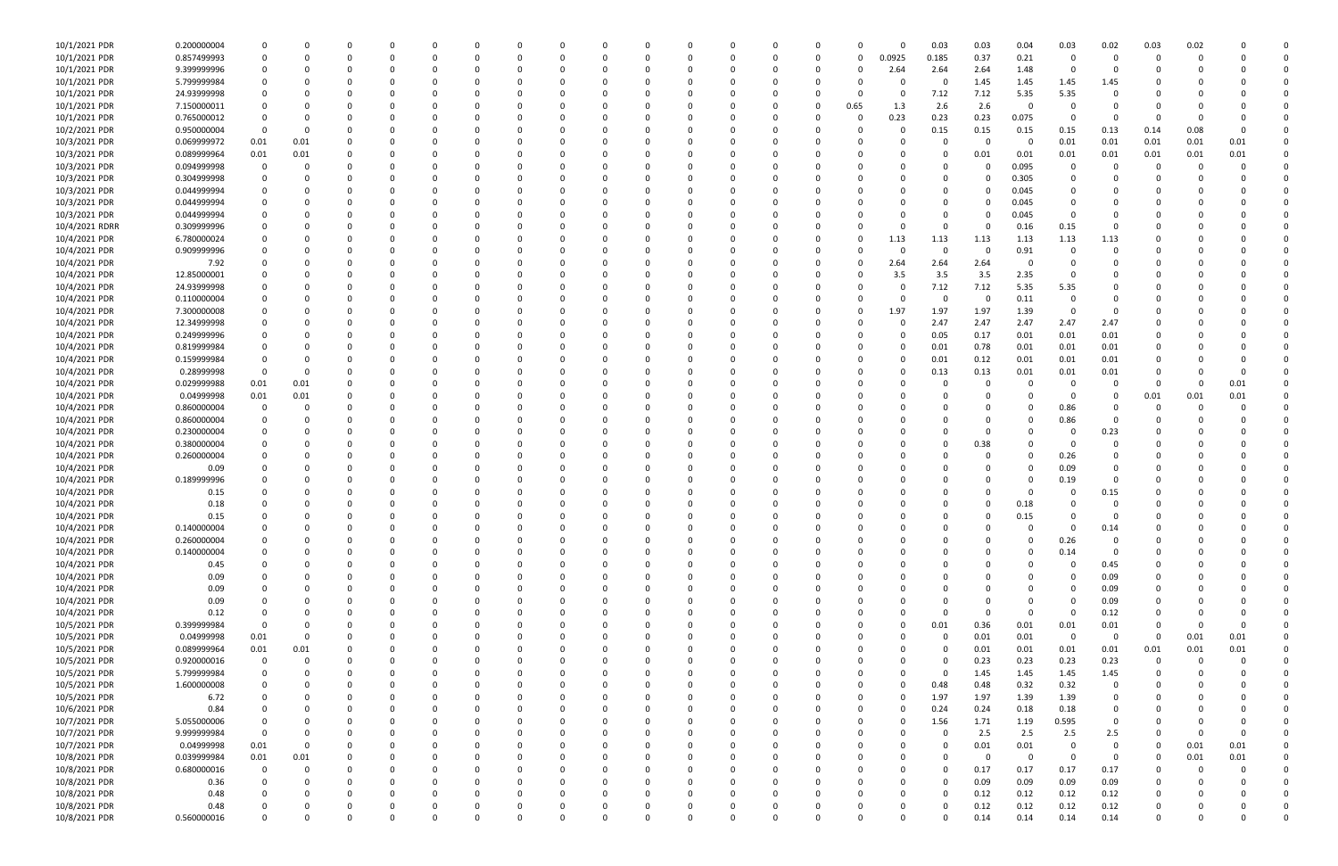| | | | | | | | | | | | | | | | | | | | | | | | | | | |
|---|---|---|---|---|---|---|---|---|---|---|---|---|---|---|---|---|---|---|---|---|---|---|---|---|---|---|
| 10/1/2021 PDR | 0.200000004 | 0 | 0 | 0 | 0 | 0 | 0 | 0 | 0 | 0 | 0 | 0 | 0 | 0 | 0 | 0 | 0 | 0.03 | 0.03 | 0.04 | 0.03 | 0.02 | 0.03 | 0.02 | 0 | 0 |
| 10/1/2021 PDR | 0.857499993 | 0 | 0 | 0 | 0 | 0 | 0 | 0 | 0 | 0 | 0 | 0 | 0 | 0 | 0 | 0 | 0.0925 | 0.185 | 0.37 | 0.21 | 0 | 0 | 0 | 0 | 0 | 0 |
| 10/1/2021 PDR | 9.399999996 | 0 | 0 | 0 | 0 | 0 | 0 | 0 | 0 | 0 | 0 | 0 | 0 | 0 | 0 | 0 | 2.64 | 2.64 | 2.64 | 1.48 | 0 | 0 | 0 | 0 | 0 | 0 |
| 10/1/2021 PDR | 5.799999984 | 0 | 0 | 0 | 0 | 0 | 0 | 0 | 0 | 0 | 0 | 0 | 0 | 0 | 0 | 0 | 0 | 0 | 1.45 | 1.45 | 1.45 | 1.45 | 0 | 0 | 0 | 0 |
| 10/1/2021 PDR | 24.93999998 | 0 | 0 | 0 | 0 | 0 | 0 | 0 | 0 | 0 | 0 | 0 | 0 | 0 | 0 | 0 | 0 | 7.12 | 7.12 | 5.35 | 5.35 | 0 | 0 | 0 | 0 | 0 |
| 10/1/2021 PDR | 7.150000011 | 0 | 0 | 0 | 0 | 0 | 0 | 0 | 0 | 0 | 0 | 0 | 0 | 0 | 0 | 0.65 | 1.3 | 2.6 | 2.6 | 0 | 0 | 0 | 0 | 0 | 0 | 0 |
| 10/1/2021 PDR | 0.765000012 | 0 | 0 | 0 | 0 | 0 | 0 | 0 | 0 | 0 | 0 | 0 | 0 | 0 | 0 | 0 | 0.23 | 0.23 | 0.23 | 0.075 | 0 | 0 | 0 | 0 | 0 | 0 |
| 10/2/2021 PDR | 0.950000004 | 0 | 0 | 0 | 0 | 0 | 0 | 0 | 0 | 0 | 0 | 0 | 0 | 0 | 0 | 0 | 0 | 0.15 | 0.15 | 0.15 | 0.15 | 0.13 | 0.14 | 0.08 | 0 | 0 |
| 10/3/2021 PDR | 0.069999972 | 0.01 | 0.01 | 0 | 0 | 0 | 0 | 0 | 0 | 0 | 0 | 0 | 0 | 0 | 0 | 0 | 0 | 0 | 0 | 0 | 0.01 | 0.01 | 0.01 | 0.01 | 0.01 | 0 |
| 10/3/2021 PDR | 0.089999964 | 0.01 | 0.01 | 0 | 0 | 0 | 0 | 0 | 0 | 0 | 0 | 0 | 0 | 0 | 0 | 0 | 0 | 0 | 0.01 | 0.01 | 0.01 | 0.01 | 0.01 | 0.01 | 0.01 | 0 |
| 10/3/2021 PDR | 0.094999998 | 0 | 0 | 0 | 0 | 0 | 0 | 0 | 0 | 0 | 0 | 0 | 0 | 0 | 0 | 0 | 0 | 0 | 0 | 0.095 | 0 | 0 | 0 | 0 | 0 | 0 |
| 10/3/2021 PDR | 0.304999998 | 0 | 0 | 0 | 0 | 0 | 0 | 0 | 0 | 0 | 0 | 0 | 0 | 0 | 0 | 0 | 0 | 0 | 0 | 0.305 | 0 | 0 | 0 | 0 | 0 | 0 |
| 10/3/2021 PDR | 0.044999994 | 0 | 0 | 0 | 0 | 0 | 0 | 0 | 0 | 0 | 0 | 0 | 0 | 0 | 0 | 0 | 0 | 0 | 0 | 0.045 | 0 | 0 | 0 | 0 | 0 | 0 |
| 10/3/2021 PDR | 0.044999994 | 0 | 0 | 0 | 0 | 0 | 0 | 0 | 0 | 0 | 0 | 0 | 0 | 0 | 0 | 0 | 0 | 0 | 0 | 0.045 | 0 | 0 | 0 | 0 | 0 | 0 |
| 10/3/2021 PDR | 0.044999994 | 0 | 0 | 0 | 0 | 0 | 0 | 0 | 0 | 0 | 0 | 0 | 0 | 0 | 0 | 0 | 0 | 0 | 0 | 0.045 | 0 | 0 | 0 | 0 | 0 | 0 |
| 10/4/2021 RDRR | 0.309999996 | 0 | 0 | 0 | 0 | 0 | 0 | 0 | 0 | 0 | 0 | 0 | 0 | 0 | 0 | 0 | 0 | 0 | 0 | 0.16 | 0.15 | 0 | 0 | 0 | 0 | 0 |
| 10/4/2021 PDR | 6.780000024 | 0 | 0 | 0 | 0 | 0 | 0 | 0 | 0 | 0 | 0 | 0 | 0 | 0 | 0 | 0 | 1.13 | 1.13 | 1.13 | 1.13 | 1.13 | 1.13 | 0 | 0 | 0 | 0 |
| 10/4/2021 PDR | 0.909999996 | 0 | 0 | 0 | 0 | 0 | 0 | 0 | 0 | 0 | 0 | 0 | 0 | 0 | 0 | 0 | 0 | 0 | 0 | 0.91 | 0 | 0 | 0 | 0 | 0 | 0 |
| 10/4/2021 PDR | 7.92 | 0 | 0 | 0 | 0 | 0 | 0 | 0 | 0 | 0 | 0 | 0 | 0 | 0 | 0 | 0 | 2.64 | 2.64 | 2.64 | 0 | 0 | 0 | 0 | 0 | 0 | 0 |
| 10/4/2021 PDR | 12.85000001 | 0 | 0 | 0 | 0 | 0 | 0 | 0 | 0 | 0 | 0 | 0 | 0 | 0 | 0 | 0 | 3.5 | 3.5 | 3.5 | 2.35 | 0 | 0 | 0 | 0 | 0 | 0 |
| 10/4/2021 PDR | 24.93999998 | 0 | 0 | 0 | 0 | 0 | 0 | 0 | 0 | 0 | 0 | 0 | 0 | 0 | 0 | 0 | 0 | 7.12 | 7.12 | 5.35 | 5.35 | 0 | 0 | 0 | 0 | 0 |
| 10/4/2021 PDR | 0.110000004 | 0 | 0 | 0 | 0 | 0 | 0 | 0 | 0 | 0 | 0 | 0 | 0 | 0 | 0 | 0 | 0 | 0 | 0 | 0.11 | 0 | 0 | 0 | 0 | 0 | 0 |
| 10/4/2021 PDR | 7.300000008 | 0 | 0 | 0 | 0 | 0 | 0 | 0 | 0 | 0 | 0 | 0 | 0 | 0 | 0 | 0 | 1.97 | 1.97 | 1.97 | 1.39 | 0 | 0 | 0 | 0 | 0 | 0 |
| 10/4/2021 PDR | 12.34999998 | 0 | 0 | 0 | 0 | 0 | 0 | 0 | 0 | 0 | 0 | 0 | 0 | 0 | 0 | 0 | 0 | 2.47 | 2.47 | 2.47 | 2.47 | 2.47 | 0 | 0 | 0 | 0 |
| 10/4/2021 PDR | 0.249999996 | 0 | 0 | 0 | 0 | 0 | 0 | 0 | 0 | 0 | 0 | 0 | 0 | 0 | 0 | 0 | 0 | 0.05 | 0.17 | 0.01 | 0.01 | 0.01 | 0 | 0 | 0 | 0 |
| 10/4/2021 PDR | 0.819999984 | 0 | 0 | 0 | 0 | 0 | 0 | 0 | 0 | 0 | 0 | 0 | 0 | 0 | 0 | 0 | 0 | 0.01 | 0.78 | 0.01 | 0.01 | 0.01 | 0 | 0 | 0 | 0 |
| 10/4/2021 PDR | 0.159999984 | 0 | 0 | 0 | 0 | 0 | 0 | 0 | 0 | 0 | 0 | 0 | 0 | 0 | 0 | 0 | 0 | 0.01 | 0.12 | 0.01 | 0.01 | 0.01 | 0 | 0 | 0 | 0 |
| 10/4/2021 PDR | 0.28999998 | 0 | 0 | 0 | 0 | 0 | 0 | 0 | 0 | 0 | 0 | 0 | 0 | 0 | 0 | 0 | 0 | 0.13 | 0.13 | 0.01 | 0.01 | 0.01 | 0 | 0 | 0 | 0 |
| 10/4/2021 PDR | 0.029999988 | 0.01 | 0.01 | 0 | 0 | 0 | 0 | 0 | 0 | 0 | 0 | 0 | 0 | 0 | 0 | 0 | 0 | 0 | 0 | 0 | 0 | 0 | 0 | 0 | 0.01 | 0 |
| 10/4/2021 PDR | 0.04999998 | 0.01 | 0.01 | 0 | 0 | 0 | 0 | 0 | 0 | 0 | 0 | 0 | 0 | 0 | 0 | 0 | 0 | 0 | 0 | 0 | 0 | 0 | 0.01 | 0.01 | 0.01 | 0 |
| 10/4/2021 PDR | 0.860000004 | 0 | 0 | 0 | 0 | 0 | 0 | 0 | 0 | 0 | 0 | 0 | 0 | 0 | 0 | 0 | 0 | 0 | 0 | 0 | 0.86 | 0 | 0 | 0 | 0 | 0 |
| 10/4/2021 PDR | 0.860000004 | 0 | 0 | 0 | 0 | 0 | 0 | 0 | 0 | 0 | 0 | 0 | 0 | 0 | 0 | 0 | 0 | 0 | 0 | 0 | 0.86 | 0 | 0 | 0 | 0 | 0 |
| 10/4/2021 PDR | 0.230000004 | 0 | 0 | 0 | 0 | 0 | 0 | 0 | 0 | 0 | 0 | 0 | 0 | 0 | 0 | 0 | 0 | 0 | 0 | 0 | 0 | 0.23 | 0 | 0 | 0 | 0 |
| 10/4/2021 PDR | 0.380000004 | 0 | 0 | 0 | 0 | 0 | 0 | 0 | 0 | 0 | 0 | 0 | 0 | 0 | 0 | 0 | 0 | 0 | 0.38 | 0 | 0 | 0 | 0 | 0 | 0 | 0 |
| 10/4/2021 PDR | 0.260000004 | 0 | 0 | 0 | 0 | 0 | 0 | 0 | 0 | 0 | 0 | 0 | 0 | 0 | 0 | 0 | 0 | 0 | 0 | 0 | 0.26 | 0 | 0 | 0 | 0 | 0 |
| 10/4/2021 PDR | 0.09 | 0 | 0 | 0 | 0 | 0 | 0 | 0 | 0 | 0 | 0 | 0 | 0 | 0 | 0 | 0 | 0 | 0 | 0 | 0 | 0.09 | 0 | 0 | 0 | 0 | 0 |
| 10/4/2021 PDR | 0.189999996 | 0 | 0 | 0 | 0 | 0 | 0 | 0 | 0 | 0 | 0 | 0 | 0 | 0 | 0 | 0 | 0 | 0 | 0 | 0 | 0.19 | 0 | 0 | 0 | 0 | 0 |
| 10/4/2021 PDR | 0.15 | 0 | 0 | 0 | 0 | 0 | 0 | 0 | 0 | 0 | 0 | 0 | 0 | 0 | 0 | 0 | 0 | 0 | 0 | 0 | 0 | 0.15 | 0 | 0 | 0 | 0 |
| 10/4/2021 PDR | 0.18 | 0 | 0 | 0 | 0 | 0 | 0 | 0 | 0 | 0 | 0 | 0 | 0 | 0 | 0 | 0 | 0 | 0 | 0 | 0.18 | 0 | 0 | 0 | 0 | 0 | 0 |
| 10/4/2021 PDR | 0.15 | 0 | 0 | 0 | 0 | 0 | 0 | 0 | 0 | 0 | 0 | 0 | 0 | 0 | 0 | 0 | 0 | 0 | 0 | 0.15 | 0 | 0 | 0 | 0 | 0 | 0 |
| 10/4/2021 PDR | 0.140000004 | 0 | 0 | 0 | 0 | 0 | 0 | 0 | 0 | 0 | 0 | 0 | 0 | 0 | 0 | 0 | 0 | 0 | 0 | 0 | 0 | 0.14 | 0 | 0 | 0 | 0 |
| 10/4/2021 PDR | 0.260000004 | 0 | 0 | 0 | 0 | 0 | 0 | 0 | 0 | 0 | 0 | 0 | 0 | 0 | 0 | 0 | 0 | 0 | 0 | 0 | 0.26 | 0 | 0 | 0 | 0 | 0 |
| 10/4/2021 PDR | 0.140000004 | 0 | 0 | 0 | 0 | 0 | 0 | 0 | 0 | 0 | 0 | 0 | 0 | 0 | 0 | 0 | 0 | 0 | 0 | 0 | 0.14 | 0 | 0 | 0 | 0 | 0 |
| 10/4/2021 PDR | 0.45 | 0 | 0 | 0 | 0 | 0 | 0 | 0 | 0 | 0 | 0 | 0 | 0 | 0 | 0 | 0 | 0 | 0 | 0 | 0 | 0 | 0.45 | 0 | 0 | 0 | 0 |
| 10/4/2021 PDR | 0.09 | 0 | 0 | 0 | 0 | 0 | 0 | 0 | 0 | 0 | 0 | 0 | 0 | 0 | 0 | 0 | 0 | 0 | 0 | 0 | 0 | 0.09 | 0 | 0 | 0 | 0 |
| 10/4/2021 PDR | 0.09 | 0 | 0 | 0 | 0 | 0 | 0 | 0 | 0 | 0 | 0 | 0 | 0 | 0 | 0 | 0 | 0 | 0 | 0 | 0 | 0 | 0.09 | 0 | 0 | 0 | 0 |
| 10/4/2021 PDR | 0.09 | 0 | 0 | 0 | 0 | 0 | 0 | 0 | 0 | 0 | 0 | 0 | 0 | 0 | 0 | 0 | 0 | 0 | 0 | 0 | 0 | 0.09 | 0 | 0 | 0 | 0 |
| 10/4/2021 PDR | 0.12 | 0 | 0 | 0 | 0 | 0 | 0 | 0 | 0 | 0 | 0 | 0 | 0 | 0 | 0 | 0 | 0 | 0 | 0 | 0 | 0 | 0.12 | 0 | 0 | 0 | 0 |
| 10/5/2021 PDR | 0.399999984 | 0 | 0 | 0 | 0 | 0 | 0 | 0 | 0 | 0 | 0 | 0 | 0 | 0 | 0 | 0 | 0 | 0.01 | 0.36 | 0.01 | 0.01 | 0.01 | 0 | 0 | 0 | 0 |
| 10/5/2021 PDR | 0.04999998 | 0.01 | 0 | 0 | 0 | 0 | 0 | 0 | 0 | 0 | 0 | 0 | 0 | 0 | 0 | 0 | 0 | 0 | 0.01 | 0.01 | 0 | 0 | 0 | 0.01 | 0.01 | 0 |
| 10/5/2021 PDR | 0.089999964 | 0.01 | 0.01 | 0 | 0 | 0 | 0 | 0 | 0 | 0 | 0 | 0 | 0 | 0 | 0 | 0 | 0 | 0 | 0.01 | 0.01 | 0.01 | 0.01 | 0.01 | 0.01 | 0.01 | 0 |
| 10/5/2021 PDR | 0.92000016 | 0 | 0 | 0 | 0 | 0 | 0 | 0 | 0 | 0 | 0 | 0 | 0 | 0 | 0 | 0 | 0 | 0 | 0.23 | 0.23 | 0.23 | 0.23 | 0 | 0 | 0 | 0 |
| 10/5/2021 PDR | 5.799999984 | 0 | 0 | 0 | 0 | 0 | 0 | 0 | 0 | 0 | 0 | 0 | 0 | 0 | 0 | 0 | 0 | 0 | 1.45 | 1.45 | 1.45 | 1.45 | 0 | 0 | 0 | 0 |
| 10/5/2021 PDR | 1.600000008 | 0 | 0 | 0 | 0 | 0 | 0 | 0 | 0 | 0 | 0 | 0 | 0 | 0 | 0 | 0 | 0 | 0.48 | 0.48 | 0.32 | 0.32 | 0 | 0 | 0 | 0 | 0 |
| 10/5/2021 PDR | 6.72 | 0 | 0 | 0 | 0 | 0 | 0 | 0 | 0 | 0 | 0 | 0 | 0 | 0 | 0 | 0 | 0 | 1.97 | 1.97 | 1.39 | 1.39 | 0 | 0 | 0 | 0 | 0 |
| 10/6/2021 PDR | 0.84 | 0 | 0 | 0 | 0 | 0 | 0 | 0 | 0 | 0 | 0 | 0 | 0 | 0 | 0 | 0 | 0 | 0.24 | 0.24 | 0.18 | 0.18 | 0 | 0 | 0 | 0 | 0 |
| 10/7/2021 PDR | 5.055000006 | 0 | 0 | 0 | 0 | 0 | 0 | 0 | 0 | 0 | 0 | 0 | 0 | 0 | 0 | 0 | 0 | 1.56 | 1.71 | 1.19 | 0.595 | 0 | 0 | 0 | 0 | 0 |
| 10/7/2021 PDR | 9.999999984 | 0 | 0 | 0 | 0 | 0 | 0 | 0 | 0 | 0 | 0 | 0 | 0 | 0 | 0 | 0 | 0 | 0 | 2.5 | 2.5 | 2.5 | 2.5 | 0 | 0 | 0 | 0 |
| 10/7/2021 PDR | 0.04999998 | 0.01 | 0 | 0 | 0 | 0 | 0 | 0 | 0 | 0 | 0 | 0 | 0 | 0 | 0 | 0 | 0 | 0 | 0.01 | 0.01 | 0 | 0 | 0 | 0.01 | 0.01 | 0 |
| 10/8/2021 PDR | 0.039999984 | 0.01 | 0.01 | 0 | 0 | 0 | 0 | 0 | 0 | 0 | 0 | 0 | 0 | 0 | 0 | 0 | 0 | 0 | 0 | 0 | 0 | 0 | 0 | 0.01 | 0.01 | 0 |
| 10/8/2021 PDR | 0.680000016 | 0 | 0 | 0 | 0 | 0 | 0 | 0 | 0 | 0 | 0 | 0 | 0 | 0 | 0 | 0 | 0 | 0 | 0.17 | 0.17 | 0.17 | 0.17 | 0 | 0 | 0 | 0 |
| 10/8/2021 PDR | 0.36 | 0 | 0 | 0 | 0 | 0 | 0 | 0 | 0 | 0 | 0 | 0 | 0 | 0 | 0 | 0 | 0 | 0 | 0.09 | 0.09 | 0.09 | 0.09 | 0 | 0 | 0 | 0 |
| 10/8/2021 PDR | 0.48 | 0 | 0 | 0 | 0 | 0 | 0 | 0 | 0 | 0 | 0 | 0 | 0 | 0 | 0 | 0 | 0 | 0 | 0.12 | 0.12 | 0.12 | 0.12 | 0 | 0 | 0 | 0 |
| 10/8/2021 PDR | 0.48 | 0 | 0 | 0 | 0 | 0 | 0 | 0 | 0 | 0 | 0 | 0 | 0 | 0 | 0 | 0 | 0 | 0 | 0.12 | 0.12 | 0.12 | 0.12 | 0 | 0 | 0 | 0 |
| 10/8/2021 PDR | 0.560000016 | 0 | 0 | 0 | 0 | 0 | 0 | 0 | 0 | 0 | 0 | 0 | 0 | 0 | 0 | 0 | 0 | 0 | 0.14 | 0.14 | 0.14 | 0.14 | 0 | 0 | 0 | 0 |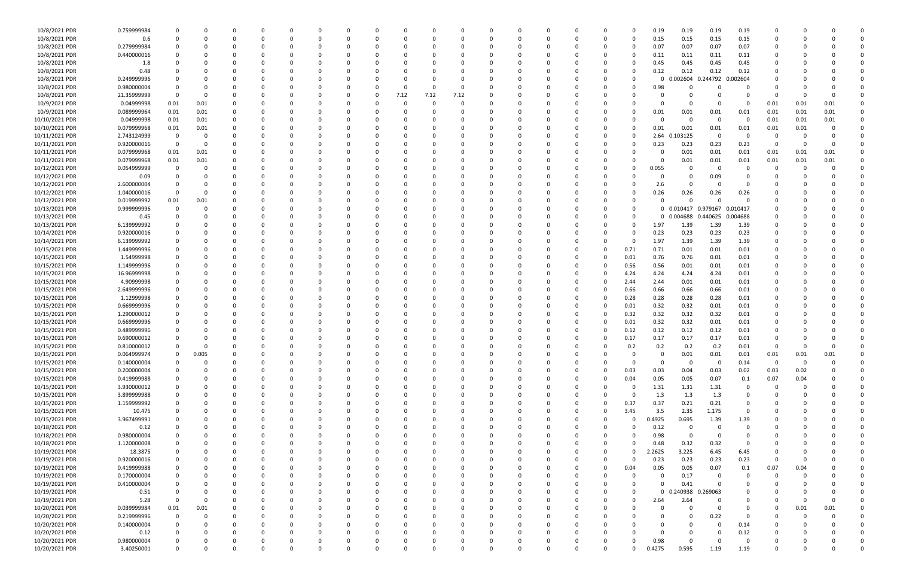| | | | | | | | | | | | | | | | | | | | | | | | | | | |
|---|---|---|---|---|---|---|---|---|---|---|---|---|---|---|---|---|---|---|---|---|---|---|---|---|---|---|
| 10/8/2021 | PDR | 0.759999984 | 0 | 0 | 0 | 0 | 0 | 0 | 0 | 0 | 0 | 0 | 0 | 0 | 0 | 0 | 0 | 0 | 0 | 0.19 | 0.19 | 0.19 | 0.19 | 0 | 0 | 0 | 0 |
| 10/8/2021 | PDR | 0.6 | 0 | 0 | 0 | 0 | 0 | 0 | 0 | 0 | 0 | 0 | 0 | 0 | 0 | 0 | 0 | 0 | 0 | 0.15 | 0.15 | 0.15 | 0.15 | 0 | 0 | 0 | 0 |
| 10/8/2021 | PDR | 0.279999984 | 0 | 0 | 0 | 0 | 0 | 0 | 0 | 0 | 0 | 0 | 0 | 0 | 0 | 0 | 0 | 0 | 0 | 0.07 | 0.07 | 0.07 | 0.07 | 0 | 0 | 0 | 0 |
| 10/8/2021 | PDR | 0.440000016 | 0 | 0 | 0 | 0 | 0 | 0 | 0 | 0 | 0 | 0 | 0 | 0 | 0 | 0 | 0 | 0 | 0 | 0.11 | 0.11 | 0.11 | 0.11 | 0 | 0 | 0 | 0 |
| 10/8/2021 | PDR | 1.8 | 0 | 0 | 0 | 0 | 0 | 0 | 0 | 0 | 0 | 0 | 0 | 0 | 0 | 0 | 0 | 0 | 0 | 0.45 | 0.45 | 0.45 | 0.45 | 0 | 0 | 0 | 0 |
| 10/8/2021 | PDR | 0.48 | 0 | 0 | 0 | 0 | 0 | 0 | 0 | 0 | 0 | 0 | 0 | 0 | 0 | 0 | 0 | 0 | 0 | 0.12 | 0.12 | 0.12 | 0.12 | 0 | 0 | 0 | 0 |
| 10/8/2021 | PDR | 0.249999996 | 0 | 0 | 0 | 0 | 0 | 0 | 0 | 0 | 0 | 0 | 0 | 0 | 0 | 0 | 0 | 0 | 0 | 0 | 0.002604 | 0.244792 | 0.002604 | 0 | 0 | 0 | 0 |
| 10/8/2021 | PDR | 0.980000004 | 0 | 0 | 0 | 0 | 0 | 0 | 0 | 0 | 0 | 0 | 0 | 0 | 0 | 0 | 0 | 0 | 0 | 0.98 | 0 | 0 | 0 | 0 | 0 | 0 | 0 |
| 10/8/2021 | PDR | 21.35999999 | 0 | 0 | 0 | 0 | 0 | 0 | 0 | 0 | 7.12 | 7.12 | 7.12 | 0 | 0 | 0 | 0 | 0 | 0 | 0 | 0 | 0 | 0 | 0 | 0 | 0 | 0 |
| 10/9/2021 | PDR | 0.04999998 | 0.01 | 0.01 | 0 | 0 | 0 | 0 | 0 | 0 | 0 | 0 | 0 | 0 | 0 | 0 | 0 | 0 | 0 | 0 | 0 | 0 | 0 | 0.01 | 0.01 | 0.01 | 0 |
| 10/9/2021 | PDR | 0.089999964 | 0.01 | 0.01 | 0 | 0 | 0 | 0 | 0 | 0 | 0 | 0 | 0 | 0 | 0 | 0 | 0 | 0 | 0 | 0.01 | 0.01 | 0.01 | 0.01 | 0.01 | 0.01 | 0.01 | 0 |
| 10/10/2021 | PDR | 0.04999998 | 0.01 | 0.01 | 0 | 0 | 0 | 0 | 0 | 0 | 0 | 0 | 0 | 0 | 0 | 0 | 0 | 0 | 0 | 0 | 0 | 0 | 0 | 0.01 | 0.01 | 0.01 | 0 |
| 10/10/2021 | PDR | 0.079999968 | 0.01 | 0.01 | 0 | 0 | 0 | 0 | 0 | 0 | 0 | 0 | 0 | 0 | 0 | 0 | 0 | 0 | 0 | 0.01 | 0.01 | 0.01 | 0.01 | 0.01 | 0.01 | 0 | 0 |
| 10/11/2021 | PDR | 2.743124999 | 0 | 0 | 0 | 0 | 0 | 0 | 0 | 0 | 0 | 0 | 0 | 0 | 0 | 0 | 0 | 0 | 0 | 2.64 | 0.103125 | 0 | 0 | 0 | 0 | 0 | 0 |
| 10/11/2021 | PDR | 0.920000016 | 0 | 0 | 0 | 0 | 0 | 0 | 0 | 0 | 0 | 0 | 0 | 0 | 0 | 0 | 0 | 0 | 0 | 0.23 | 0.23 | 0.23 | 0.23 | 0 | 0 | 0 | 0 |
| 10/11/2021 | PDR | 0.079999968 | 0.01 | 0.01 | 0 | 0 | 0 | 0 | 0 | 0 | 0 | 0 | 0 | 0 | 0 | 0 | 0 | 0 | 0 | 0 | 0.01 | 0.01 | 0.01 | 0.01 | 0.01 | 0.01 | 0 |
| 10/11/2021 | PDR | 0.079999968 | 0.01 | 0.01 | 0 | 0 | 0 | 0 | 0 | 0 | 0 | 0 | 0 | 0 | 0 | 0 | 0 | 0 | 0 | 0 | 0.01 | 0.01 | 0.01 | 0.01 | 0.01 | 0.01 | 0 |
| 10/12/2021 | PDR | 0.054999999 | 0 | 0 | 0 | 0 | 0 | 0 | 0 | 0 | 0 | 0 | 0 | 0 | 0 | 0 | 0 | 0 | 0 | 0.055 | 0 | 0 | 0 | 0 | 0 | 0 | 0 |
| 10/12/2021 | PDR | 0.09 | 0 | 0 | 0 | 0 | 0 | 0 | 0 | 0 | 0 | 0 | 0 | 0 | 0 | 0 | 0 | 0 | 0 | 0 | 0 | 0.09 | 0 | 0 | 0 | 0 | 0 |
| 10/12/2021 | PDR | 2.600000004 | 0 | 0 | 0 | 0 | 0 | 0 | 0 | 0 | 0 | 0 | 0 | 0 | 0 | 0 | 0 | 0 | 0 | 2.6 | 0 | 0 | 0 | 0 | 0 | 0 | 0 |
| 10/12/2021 | PDR | 1.040000016 | 0 | 0 | 0 | 0 | 0 | 0 | 0 | 0 | 0 | 0 | 0 | 0 | 0 | 0 | 0 | 0 | 0 | 0.26 | 0.26 | 0.26 | 0.26 | 0 | 0 | 0 | 0 |
| 10/12/2021 | PDR | 0.019999992 | 0.01 | 0.01 | 0 | 0 | 0 | 0 | 0 | 0 | 0 | 0 | 0 | 0 | 0 | 0 | 0 | 0 | 0 | 0 | 0 | 0 | 0 | 0 | 0 | 0 | 0 |
| 10/13/2021 | PDR | 0.999999996 | 0 | 0 | 0 | 0 | 0 | 0 | 0 | 0 | 0 | 0 | 0 | 0 | 0 | 0 | 0 | 0 | 0 | 0 | 0.010417 | 0.979167 | 0.010417 | 0 | 0 | 0 | 0 |
| 10/13/2021 | PDR | 0.45 | 0 | 0 | 0 | 0 | 0 | 0 | 0 | 0 | 0 | 0 | 0 | 0 | 0 | 0 | 0 | 0 | 0 | 0 | 0.004688 | 0.440625 | 0.004688 | 0 | 0 | 0 | 0 |
| 10/13/2021 | PDR | 6.139999992 | 0 | 0 | 0 | 0 | 0 | 0 | 0 | 0 | 0 | 0 | 0 | 0 | 0 | 0 | 0 | 0 | 0 | 1.97 | 1.39 | 1.39 | 1.39 | 0 | 0 | 0 | 0 |
| 10/14/2021 | PDR | 0.920000016 | 0 | 0 | 0 | 0 | 0 | 0 | 0 | 0 | 0 | 0 | 0 | 0 | 0 | 0 | 0 | 0 | 0 | 0.23 | 0.23 | 0.23 | 0.23 | 0 | 0 | 0 | 0 |
| 10/14/2021 | PDR | 6.139999992 | 0 | 0 | 0 | 0 | 0 | 0 | 0 | 0 | 0 | 0 | 0 | 0 | 0 | 0 | 0 | 0 | 0 | 1.97 | 1.39 | 1.39 | 1.39 | 0 | 0 | 0 | 0 |
| 10/15/2021 | PDR | 1.449999996 | 0 | 0 | 0 | 0 | 0 | 0 | 0 | 0 | 0 | 0 | 0 | 0 | 0 | 0 | 0 | 0 | 0.71 | 0.71 | 0.01 | 0.01 | 0.01 | 0 | 0 | 0 | 0 |
| 10/15/2021 | PDR | 1.54999998 | 0 | 0 | 0 | 0 | 0 | 0 | 0 | 0 | 0 | 0 | 0 | 0 | 0 | 0 | 0 | 0 | 0.01 | 0.76 | 0.76 | 0.01 | 0.01 | 0 | 0 | 0 | 0 |
| 10/15/2021 | PDR | 1.149999996 | 0 | 0 | 0 | 0 | 0 | 0 | 0 | 0 | 0 | 0 | 0 | 0 | 0 | 0 | 0 | 0 | 0.56 | 0.56 | 0.01 | 0.01 | 0.01 | 0 | 0 | 0 | 0 |
| 10/15/2021 | PDR | 16.96999998 | 0 | 0 | 0 | 0 | 0 | 0 | 0 | 0 | 0 | 0 | 0 | 0 | 0 | 0 | 0 | 0 | 4.24 | 4.24 | 4.24 | 4.24 | 0.01 | 0 | 0 | 0 | 0 |
| 10/15/2021 | PDR | 4.90999998 | 0 | 0 | 0 | 0 | 0 | 0 | 0 | 0 | 0 | 0 | 0 | 0 | 0 | 0 | 0 | 0 | 2.44 | 2.44 | 0.01 | 0.01 | 0.01 | 0 | 0 | 0 | 0 |
| 10/15/2021 | PDR | 2.649999996 | 0 | 0 | 0 | 0 | 0 | 0 | 0 | 0 | 0 | 0 | 0 | 0 | 0 | 0 | 0 | 0 | 0.66 | 0.66 | 0.66 | 0.66 | 0.01 | 0 | 0 | 0 | 0 |
| 10/15/2021 | PDR | 1.12999998 | 0 | 0 | 0 | 0 | 0 | 0 | 0 | 0 | 0 | 0 | 0 | 0 | 0 | 0 | 0 | 0 | 0.28 | 0.28 | 0.28 | 0.28 | 0.01 | 0 | 0 | 0 | 0 |
| 10/15/2021 | PDR | 0.669999996 | 0 | 0 | 0 | 0 | 0 | 0 | 0 | 0 | 0 | 0 | 0 | 0 | 0 | 0 | 0 | 0 | 0.01 | 0.32 | 0.32 | 0.01 | 0.01 | 0 | 0 | 0 | 0 |
| 10/15/2021 | PDR | 1.290000012 | 0 | 0 | 0 | 0 | 0 | 0 | 0 | 0 | 0 | 0 | 0 | 0 | 0 | 0 | 0 | 0 | 0.32 | 0.32 | 0.32 | 0.32 | 0.01 | 0 | 0 | 0 | 0 |
| 10/15/2021 | PDR | 0.669999996 | 0 | 0 | 0 | 0 | 0 | 0 | 0 | 0 | 0 | 0 | 0 | 0 | 0 | 0 | 0 | 0 | 0.01 | 0.32 | 0.32 | 0.01 | 0.01 | 0 | 0 | 0 | 0 |
| 10/15/2021 | PDR | 0.489999996 | 0 | 0 | 0 | 0 | 0 | 0 | 0 | 0 | 0 | 0 | 0 | 0 | 0 | 0 | 0 | 0 | 0.12 | 0.12 | 0.12 | 0.12 | 0.01 | 0 | 0 | 0 | 0 |
| 10/15/2021 | PDR | 0.690000012 | 0 | 0 | 0 | 0 | 0 | 0 | 0 | 0 | 0 | 0 | 0 | 0 | 0 | 0 | 0 | 0 | 0.17 | 0.17 | 0.17 | 0.17 | 0.01 | 0 | 0 | 0 | 0 |
| 10/15/2021 | PDR | 0.810000012 | 0 | 0 | 0 | 0 | 0 | 0 | 0 | 0 | 0 | 0 | 0 | 0 | 0 | 0 | 0 | 0 | 0.2 | 0.2 | 0.2 | 0.2 | 0.01 | 0 | 0 | 0 | 0 |
| 10/15/2021 | PDR | 0.064999974 | 0 | 0.005 | 0 | 0 | 0 | 0 | 0 | 0 | 0 | 0 | 0 | 0 | 0 | 0 | 0 | 0 | 0 | 0 | 0.01 | 0.01 | 0.01 | 0.01 | 0.01 | 0.01 | 0 |
| 10/15/2021 | PDR | 0.140000004 | 0 | 0 | 0 | 0 | 0 | 0 | 0 | 0 | 0 | 0 | 0 | 0 | 0 | 0 | 0 | 0 | 0 | 0 | 0 | 0 | 0.14 | 0 | 0 | 0 | 0 |
| 10/15/2021 | PDR | 0.200000004 | 0 | 0 | 0 | 0 | 0 | 0 | 0 | 0 | 0 | 0 | 0 | 0 | 0 | 0 | 0 | 0 | 0.03 | 0.03 | 0.04 | 0.03 | 0.02 | 0.03 | 0.02 | 0 | 0 |
| 10/15/2021 | PDR | 0.419999988 | 0 | 0 | 0 | 0 | 0 | 0 | 0 | 0 | 0 | 0 | 0 | 0 | 0 | 0 | 0 | 0 | 0.04 | 0.05 | 0.05 | 0.07 | 0.1 | 0.07 | 0.04 | 0 | 0 |
| 10/15/2021 | PDR | 3.930000012 | 0 | 0 | 0 | 0 | 0 | 0 | 0 | 0 | 0 | 0 | 0 | 0 | 0 | 0 | 0 | 0 | 0 | 1.31 | 1.31 | 1.31 | 0 | 0 | 0 | 0 | 0 |
| 10/15/2021 | PDR | 3.899999988 | 0 | 0 | 0 | 0 | 0 | 0 | 0 | 0 | 0 | 0 | 0 | 0 | 0 | 0 | 0 | 0 | 0 | 1.3 | 1.3 | 1.3 | 0 | 0 | 0 | 0 | 0 |
| 10/15/2021 | PDR | 1.159999992 | 0 | 0 | 0 | 0 | 0 | 0 | 0 | 0 | 0 | 0 | 0 | 0 | 0 | 0 | 0 | 0 | 0.37 | 0.37 | 0.21 | 0.21 | 0 | 0 | 0 | 0 | 0 |
| 10/15/2021 | PDR | 10.475 | 0 | 0 | 0 | 0 | 0 | 0 | 0 | 0 | 0 | 0 | 0 | 0 | 0 | 0 | 0 | 0 | 3.45 | 3.5 | 2.35 | 1.175 | 0 | 0 | 0 | 0 | 0 |
| 10/15/2021 | PDR | 3.967499991 | 0 | 0 | 0 | 0 | 0 | 0 | 0 | 0 | 0 | 0 | 0 | 0 | 0 | 0 | 0 | 0 | 0 | 0.4925 | 0.695 | 1.39 | 1.39 | 0 | 0 | 0 | 0 |
| 10/18/2021 | PDR | 0.12 | 0 | 0 | 0 | 0 | 0 | 0 | 0 | 0 | 0 | 0 | 0 | 0 | 0 | 0 | 0 | 0 | 0 | 0.12 | 0 | 0 | 0 | 0 | 0 | 0 | 0 |
| 10/18/2021 | PDR | 0.980000004 | 0 | 0 | 0 | 0 | 0 | 0 | 0 | 0 | 0 | 0 | 0 | 0 | 0 | 0 | 0 | 0 | 0 | 0.98 | 0 | 0 | 0 | 0 | 0 | 0 | 0 |
| 10/18/2021 | PDR | 1.120000008 | 0 | 0 | 0 | 0 | 0 | 0 | 0 | 0 | 0 | 0 | 0 | 0 | 0 | 0 | 0 | 0 | 0 | 0.48 | 0.32 | 0.32 | 0 | 0 | 0 | 0 | 0 |
| 10/19/2021 | PDR | 18.3875 | 0 | 0 | 0 | 0 | 0 | 0 | 0 | 0 | 0 | 0 | 0 | 0 | 0 | 0 | 0 | 0 | 0 | 2.2625 | 3.225 | 6.45 | 6.45 | 0 | 0 | 0 | 0 |
| 10/19/2021 | PDR | 0.920000016 | 0 | 0 | 0 | 0 | 0 | 0 | 0 | 0 | 0 | 0 | 0 | 0 | 0 | 0 | 0 | 0 | 0 | 0.23 | 0.23 | 0.23 | 0.23 | 0 | 0 | 0 | 0 |
| 10/19/2021 | PDR | 0.419999988 | 0 | 0 | 0 | 0 | 0 | 0 | 0 | 0 | 0 | 0 | 0 | 0 | 0 | 0 | 0 | 0 | 0.04 | 0.05 | 0.05 | 0.07 | 0.1 | 0.07 | 0.04 | 0 | 0 |
| 10/19/2021 | PDR | 0.170000004 | 0 | 0 | 0 | 0 | 0 | 0 | 0 | 0 | 0 | 0 | 0 | 0 | 0 | 0 | 0 | 0 | 0 | 0 | 0.17 | 0 | 0 | 0 | 0 | 0 | 0 |
| 10/19/2021 | PDR | 0.410000004 | 0 | 0 | 0 | 0 | 0 | 0 | 0 | 0 | 0 | 0 | 0 | 0 | 0 | 0 | 0 | 0 | 0 | 0 | 0.41 | 0 | 0 | 0 | 0 | 0 | 0 |
| 10/19/2021 | PDR | 0.51 | 0 | 0 | 0 | 0 | 0 | 0 | 0 | 0 | 0 | 0 | 0 | 0 | 0 | 0 | 0 | 0 | 0 | 0 | 0.240938 | 0.269063 | 0 | 0 | 0 | 0 | 0 |
| 10/19/2021 | PDR | 5.28 | 0 | 0 | 0 | 0 | 0 | 0 | 0 | 0 | 0 | 0 | 0 | 0 | 0 | 0 | 0 | 0 | 0 | 2.64 | 2.64 | 0 | 0 | 0 | 0 | 0 | 0 |
| 10/20/2021 | PDR | 0.039999984 | 0.01 | 0.01 | 0 | 0 | 0 | 0 | 0 | 0 | 0 | 0 | 0 | 0 | 0 | 0 | 0 | 0 | 0 | 0 | 0 | 0 | 0 | 0 | 0.01 | 0.01 | 0 |
| 10/20/2021 | PDR | 0.219999996 | 0 | 0 | 0 | 0 | 0 | 0 | 0 | 0 | 0 | 0 | 0 | 0 | 0 | 0 | 0 | 0 | 0 | 0 | 0 | 0.22 | 0 | 0 | 0 | 0 | 0 |
| 10/20/2021 | PDR | 0.140000004 | 0 | 0 | 0 | 0 | 0 | 0 | 0 | 0 | 0 | 0 | 0 | 0 | 0 | 0 | 0 | 0 | 0 | 0 | 0 | 0 | 0.14 | 0 | 0 | 0 | 0 |
| 10/20/2021 | PDR | 0.12 | 0 | 0 | 0 | 0 | 0 | 0 | 0 | 0 | 0 | 0 | 0 | 0 | 0 | 0 | 0 | 0 | 0 | 0 | 0 | 0 | 0.12 | 0 | 0 | 0 | 0 |
| 10/20/2021 | PDR | 0.980000004 | 0 | 0 | 0 | 0 | 0 | 0 | 0 | 0 | 0 | 0 | 0 | 0 | 0 | 0 | 0 | 0 | 0 | 0.98 | 0 | 0 | 0 | 0 | 0 | 0 | 0 |
| 10/20/2021 | PDR | 3.40250001 | 0 | 0 | 0 | 0 | 0 | 0 | 0 | 0 | 0 | 0 | 0 | 0 | 0 | 0 | 0 | 0 | 0 | 0.4275 | 0.595 | 1.19 | 1.19 | 0 | 0 | 0 | 0 |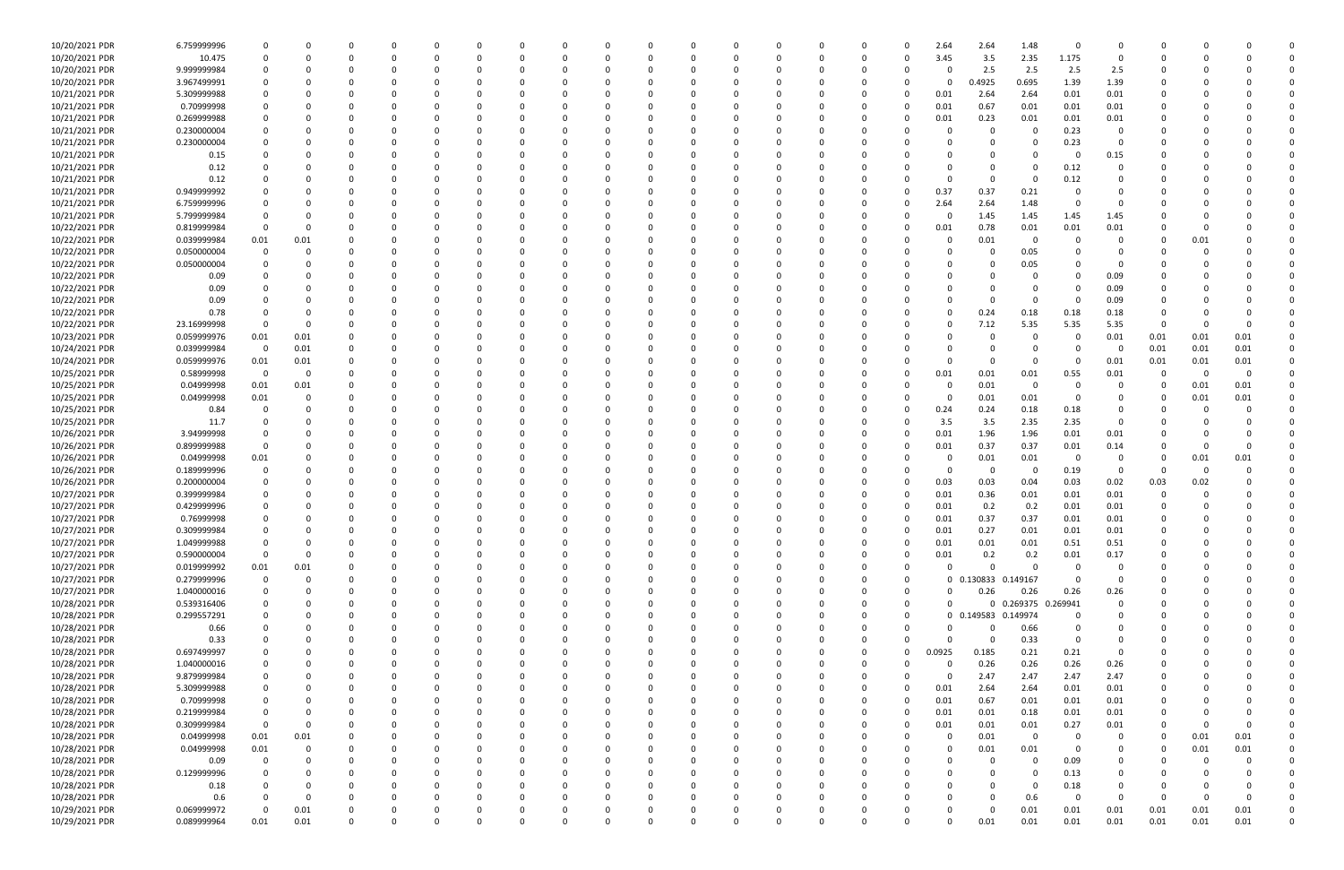| | | | | | | | | | | | | | | | | | | | | | | | | | | | |
|---|---|---|---|---|---|---|---|---|---|---|---|---|---|---|---|---|---|---|---|---|---|---|---|---|---|---|---|
| 10/20/2021 PDR | 6.759999996 | 0 | 0 | 0 | 0 | 0 | 0 | 0 | 0 | 0 | 0 | 0 | 0 | 0 | 0 | 0 | 0 | 0 | 2.64 | 2.64 | 1.48 | 0 | 0 | 0 | 0 | 0 | 0 |
| 10/20/2021 PDR | 10.475 | 0 | 0 | 0 | 0 | 0 | 0 | 0 | 0 | 0 | 0 | 0 | 0 | 0 | 0 | 0 | 0 | 0 | 3.45 | 3.5 | 2.35 | 1.175 | 0 | 0 | 0 | 0 | 0 |
| 10/20/2021 PDR | 9.999999984 | 0 | 0 | 0 | 0 | 0 | 0 | 0 | 0 | 0 | 0 | 0 | 0 | 0 | 0 | 0 | 0 | 0 | 0 | 2.5 | 2.5 | 2.5 | 2.5 | 0 | 0 | 0 | 0 |
| 10/20/2021 PDR | 3.967499991 | 0 | 0 | 0 | 0 | 0 | 0 | 0 | 0 | 0 | 0 | 0 | 0 | 0 | 0 | 0 | 0 | 0 | 0 | 0.4925 | 0.695 | 1.39 | 1.39 | 0 | 0 | 0 | 0 |
| 10/21/2021 PDR | 5.309999988 | 0 | 0 | 0 | 0 | 0 | 0 | 0 | 0 | 0 | 0 | 0 | 0 | 0 | 0 | 0 | 0 | 0 | 0.01 | 2.64 | 2.64 | 0.01 | 0.01 | 0 | 0 | 0 | 0 |
| 10/21/2021 PDR | 0.70999998 | 0 | 0 | 0 | 0 | 0 | 0 | 0 | 0 | 0 | 0 | 0 | 0 | 0 | 0 | 0 | 0 | 0 | 0.01 | 0.67 | 0.01 | 0.01 | 0.01 | 0 | 0 | 0 | 0 |
| 10/21/2021 PDR | 0.269999988 | 0 | 0 | 0 | 0 | 0 | 0 | 0 | 0 | 0 | 0 | 0 | 0 | 0 | 0 | 0 | 0 | 0 | 0.01 | 0.23 | 0.01 | 0.01 | 0.01 | 0 | 0 | 0 | 0 |
| 10/21/2021 PDR | 0.230000004 | 0 | 0 | 0 | 0 | 0 | 0 | 0 | 0 | 0 | 0 | 0 | 0 | 0 | 0 | 0 | 0 | 0 | 0 | 0 | 0 | 0.23 | 0 | 0 | 0 | 0 | 0 |
| 10/21/2021 PDR | 0.230000004 | 0 | 0 | 0 | 0 | 0 | 0 | 0 | 0 | 0 | 0 | 0 | 0 | 0 | 0 | 0 | 0 | 0 | 0 | 0 | 0 | 0.23 | 0 | 0 | 0 | 0 | 0 |
| 10/21/2021 PDR | 0.15 | 0 | 0 | 0 | 0 | 0 | 0 | 0 | 0 | 0 | 0 | 0 | 0 | 0 | 0 | 0 | 0 | 0 | 0 | 0 | 0 | 0 | 0.15 | 0 | 0 | 0 | 0 |
| 10/21/2021 PDR | 0.12 | 0 | 0 | 0 | 0 | 0 | 0 | 0 | 0 | 0 | 0 | 0 | 0 | 0 | 0 | 0 | 0 | 0 | 0 | 0 | 0 | 0.12 | 0 | 0 | 0 | 0 | 0 |
| 10/21/2021 PDR | 0.12 | 0 | 0 | 0 | 0 | 0 | 0 | 0 | 0 | 0 | 0 | 0 | 0 | 0 | 0 | 0 | 0 | 0 | 0 | 0 | 0 | 0.12 | 0 | 0 | 0 | 0 | 0 |
| 10/21/2021 PDR | 0.949999992 | 0 | 0 | 0 | 0 | 0 | 0 | 0 | 0 | 0 | 0 | 0 | 0 | 0 | 0 | 0 | 0 | 0 | 0.37 | 0.37 | 0.21 | 0 | 0 | 0 | 0 | 0 | 0 |
| 10/21/2021 PDR | 6.759999996 | 0 | 0 | 0 | 0 | 0 | 0 | 0 | 0 | 0 | 0 | 0 | 0 | 0 | 0 | 0 | 0 | 0 | 2.64 | 2.64 | 1.48 | 0 | 0 | 0 | 0 | 0 | 0 |
| 10/21/2021 PDR | 5.799999984 | 0 | 0 | 0 | 0 | 0 | 0 | 0 | 0 | 0 | 0 | 0 | 0 | 0 | 0 | 0 | 0 | 0 | 0 | 1.45 | 1.45 | 1.45 | 1.45 | 0 | 0 | 0 | 0 |
| 10/22/2021 PDR | 0.819999984 | 0 | 0 | 0 | 0 | 0 | 0 | 0 | 0 | 0 | 0 | 0 | 0 | 0 | 0 | 0 | 0 | 0 | 0.01 | 0.78 | 0.01 | 0.01 | 0.01 | 0 | 0 | 0 | 0 |
| 10/22/2021 PDR | 0.039999984 | 0.01 | 0.01 | 0 | 0 | 0 | 0 | 0 | 0 | 0 | 0 | 0 | 0 | 0 | 0 | 0 | 0 | 0 | 0 | 0.01 | 0 | 0 | 0 | 0 | 0.01 | 0 | 0 |
| 10/22/2021 PDR | 0.050000004 | 0 | 0 | 0 | 0 | 0 | 0 | 0 | 0 | 0 | 0 | 0 | 0 | 0 | 0 | 0 | 0 | 0 | 0 | 0 | 0.05 | 0 | 0 | 0 | 0 | 0 | 0 |
| 10/22/2021 PDR | 0.050000004 | 0 | 0 | 0 | 0 | 0 | 0 | 0 | 0 | 0 | 0 | 0 | 0 | 0 | 0 | 0 | 0 | 0 | 0 | 0 | 0.05 | 0 | 0 | 0 | 0 | 0 | 0 |
| 10/22/2021 PDR | 0.09 | 0 | 0 | 0 | 0 | 0 | 0 | 0 | 0 | 0 | 0 | 0 | 0 | 0 | 0 | 0 | 0 | 0 | 0 | 0 | 0 | 0 | 0.09 | 0 | 0 | 0 | 0 |
| 10/22/2021 PDR | 0.09 | 0 | 0 | 0 | 0 | 0 | 0 | 0 | 0 | 0 | 0 | 0 | 0 | 0 | 0 | 0 | 0 | 0 | 0 | 0 | 0 | 0 | 0.09 | 0 | 0 | 0 | 0 |
| 10/22/2021 PDR | 0.09 | 0 | 0 | 0 | 0 | 0 | 0 | 0 | 0 | 0 | 0 | 0 | 0 | 0 | 0 | 0 | 0 | 0 | 0 | 0 | 0 | 0 | 0.09 | 0 | 0 | 0 | 0 |
| 10/22/2021 PDR | 0.78 | 0 | 0 | 0 | 0 | 0 | 0 | 0 | 0 | 0 | 0 | 0 | 0 | 0 | 0 | 0 | 0 | 0 | 0 | 0.24 | 0.18 | 0.18 | 0.18 | 0 | 0 | 0 | 0 |
| 10/22/2021 PDR | 23.16999998 | 0 | 0 | 0 | 0 | 0 | 0 | 0 | 0 | 0 | 0 | 0 | 0 | 0 | 0 | 0 | 0 | 0 | 0 | 7.12 | 5.35 | 5.35 | 5.35 | 0 | 0 | 0 | 0 |
| 10/23/2021 PDR | 0.059999976 | 0.01 | 0.01 | 0 | 0 | 0 | 0 | 0 | 0 | 0 | 0 | 0 | 0 | 0 | 0 | 0 | 0 | 0 | 0 | 0 | 0 | 0 | 0.01 | 0.01 | 0.01 | 0.01 | 0 |
| 10/24/2021 PDR | 0.039999984 | 0 | 0.01 | 0 | 0 | 0 | 0 | 0 | 0 | 0 | 0 | 0 | 0 | 0 | 0 | 0 | 0 | 0 | 0 | 0 | 0 | 0 | 0 | 0.01 | 0.01 | 0.01 | 0 |
| 10/24/2021 PDR | 0.059999976 | 0.01 | 0.01 | 0 | 0 | 0 | 0 | 0 | 0 | 0 | 0 | 0 | 0 | 0 | 0 | 0 | 0 | 0 | 0 | 0 | 0 | 0 | 0.01 | 0.01 | 0.01 | 0.01 | 0 |
| 10/25/2021 PDR | 0.58999998 | 0 | 0 | 0 | 0 | 0 | 0 | 0 | 0 | 0 | 0 | 0 | 0 | 0 | 0 | 0 | 0 | 0 | 0.01 | 0.01 | 0.01 | 0.55 | 0.01 | 0 | 0 | 0 | 0 |
| 10/25/2021 PDR | 0.04999998 | 0.01 | 0.01 | 0 | 0 | 0 | 0 | 0 | 0 | 0 | 0 | 0 | 0 | 0 | 0 | 0 | 0 | 0 | 0 | 0.01 | 0 | 0 | 0 | 0 | 0.01 | 0.01 | 0 |
| 10/25/2021 PDR | 0.04999998 | 0.01 | 0 | 0 | 0 | 0 | 0 | 0 | 0 | 0 | 0 | 0 | 0 | 0 | 0 | 0 | 0 | 0 | 0 | 0.01 | 0.01 | 0 | 0 | 0 | 0.01 | 0.01 | 0 |
| 10/25/2021 PDR | 0.84 | 0 | 0 | 0 | 0 | 0 | 0 | 0 | 0 | 0 | 0 | 0 | 0 | 0 | 0 | 0 | 0 | 0 | 0.24 | 0.24 | 0.18 | 0.18 | 0 | 0 | 0 | 0 | 0 |
| 10/25/2021 PDR | 11.7 | 0 | 0 | 0 | 0 | 0 | 0 | 0 | 0 | 0 | 0 | 0 | 0 | 0 | 0 | 0 | 0 | 0 | 3.5 | 3.5 | 2.35 | 2.35 | 0 | 0 | 0 | 0 | 0 |
| 10/26/2021 PDR | 3.94999998 | 0 | 0 | 0 | 0 | 0 | 0 | 0 | 0 | 0 | 0 | 0 | 0 | 0 | 0 | 0 | 0 | 0 | 0.01 | 1.96 | 1.96 | 0.01 | 0.01 | 0 | 0 | 0 | 0 |
| 10/26/2021 PDR | 0.899999988 | 0 | 0 | 0 | 0 | 0 | 0 | 0 | 0 | 0 | 0 | 0 | 0 | 0 | 0 | 0 | 0 | 0 | 0.01 | 0.37 | 0.37 | 0.01 | 0.14 | 0 | 0 | 0 | 0 |
| 10/26/2021 PDR | 0.04999998 | 0.01 | 0 | 0 | 0 | 0 | 0 | 0 | 0 | 0 | 0 | 0 | 0 | 0 | 0 | 0 | 0 | 0 | 0 | 0.01 | 0.01 | 0 | 0 | 0 | 0.01 | 0.01 | 0 |
| 10/26/2021 PDR | 0.189999996 | 0 | 0 | 0 | 0 | 0 | 0 | 0 | 0 | 0 | 0 | 0 | 0 | 0 | 0 | 0 | 0 | 0 | 0 | 0 | 0 | 0.19 | 0 | 0 | 0 | 0 | 0 |
| 10/26/2021 PDR | 0.200000004 | 0 | 0 | 0 | 0 | 0 | 0 | 0 | 0 | 0 | 0 | 0 | 0 | 0 | 0 | 0 | 0 | 0 | 0.03 | 0.03 | 0.04 | 0.03 | 0.02 | 0.03 | 0.02 | 0 | 0 |
| 10/27/2021 PDR | 0.399999984 | 0 | 0 | 0 | 0 | 0 | 0 | 0 | 0 | 0 | 0 | 0 | 0 | 0 | 0 | 0 | 0 | 0 | 0.01 | 0.36 | 0.01 | 0.01 | 0.01 | 0 | 0 | 0 | 0 |
| 10/27/2021 PDR | 0.429999996 | 0 | 0 | 0 | 0 | 0 | 0 | 0 | 0 | 0 | 0 | 0 | 0 | 0 | 0 | 0 | 0 | 0 | 0.01 | 0.2 | 0.2 | 0.01 | 0.01 | 0 | 0 | 0 | 0 |
| 10/27/2021 PDR | 0.76999998 | 0 | 0 | 0 | 0 | 0 | 0 | 0 | 0 | 0 | 0 | 0 | 0 | 0 | 0 | 0 | 0 | 0 | 0.01 | 0.37 | 0.37 | 0.01 | 0.01 | 0 | 0 | 0 | 0 |
| 10/27/2021 PDR | 0.309999984 | 0 | 0 | 0 | 0 | 0 | 0 | 0 | 0 | 0 | 0 | 0 | 0 | 0 | 0 | 0 | 0 | 0 | 0.01 | 0.27 | 0.01 | 0.01 | 0.01 | 0 | 0 | 0 | 0 |
| 10/27/2021 PDR | 1.049999988 | 0 | 0 | 0 | 0 | 0 | 0 | 0 | 0 | 0 | 0 | 0 | 0 | 0 | 0 | 0 | 0 | 0 | 0.01 | 0.01 | 0.01 | 0.51 | 0.51 | 0 | 0 | 0 | 0 |
| 10/27/2021 PDR | 0.590000004 | 0 | 0 | 0 | 0 | 0 | 0 | 0 | 0 | 0 | 0 | 0 | 0 | 0 | 0 | 0 | 0 | 0 | 0.01 | 0.2 | 0.2 | 0.01 | 0.17 | 0 | 0 | 0 | 0 |
| 10/27/2021 PDR | 0.019999992 | 0.01 | 0.01 | 0 | 0 | 0 | 0 | 0 | 0 | 0 | 0 | 0 | 0 | 0 | 0 | 0 | 0 | 0 | 0 | 0 | 0 | 0 | 0 | 0 | 0 | 0 | 0 |
| 10/27/2021 PDR | 0.279999996 | 0 | 0 | 0 | 0 | 0 | 0 | 0 | 0 | 0 | 0 | 0 | 0 | 0 | 0 | 0 | 0 | 0 | 0 | 0.130833 | 0.149167 | 0 | 0 | 0 | 0 | 0 | 0 |
| 10/27/2021 PDR | 1.040000016 | 0 | 0 | 0 | 0 | 0 | 0 | 0 | 0 | 0 | 0 | 0 | 0 | 0 | 0 | 0 | 0 | 0 | 0 | 0.26 | 0.26 | 0.26 | 0.26 | 0 | 0 | 0 | 0 |
| 10/28/2021 PDR | 0.539316406 | 0 | 0 | 0 | 0 | 0 | 0 | 0 | 0 | 0 | 0 | 0 | 0 | 0 | 0 | 0 | 0 | 0 | 0 | 0 | 0.269375 | 0.269941 | 0 | 0 | 0 | 0 | 0 |
| 10/28/2021 PDR | 0.299557291 | 0 | 0 | 0 | 0 | 0 | 0 | 0 | 0 | 0 | 0 | 0 | 0 | 0 | 0 | 0 | 0 | 0 | 0 | 0.149583 | 0.149974 | 0 | 0 | 0 | 0 | 0 | 0 |
| 10/28/2021 PDR | 0.66 | 0 | 0 | 0 | 0 | 0 | 0 | 0 | 0 | 0 | 0 | 0 | 0 | 0 | 0 | 0 | 0 | 0 | 0 | 0 | 0.66 | 0 | 0 | 0 | 0 | 0 | 0 |
| 10/28/2021 PDR | 0.33 | 0 | 0 | 0 | 0 | 0 | 0 | 0 | 0 | 0 | 0 | 0 | 0 | 0 | 0 | 0 | 0 | 0 | 0 | 0 | 0.33 | 0 | 0 | 0 | 0 | 0 | 0 |
| 10/28/2021 PDR | 0.697499997 | 0 | 0 | 0 | 0 | 0 | 0 | 0 | 0 | 0 | 0 | 0 | 0 | 0 | 0 | 0 | 0 | 0 | 0.0925 | 0.185 | 0.21 | 0.21 | 0 | 0 | 0 | 0 | 0 |
| 10/28/2021 PDR | 1.040000016 | 0 | 0 | 0 | 0 | 0 | 0 | 0 | 0 | 0 | 0 | 0 | 0 | 0 | 0 | 0 | 0 | 0 | 0 | 0.26 | 0.26 | 0.26 | 0.26 | 0 | 0 | 0 | 0 |
| 10/28/2021 PDR | 9.879999984 | 0 | 0 | 0 | 0 | 0 | 0 | 0 | 0 | 0 | 0 | 0 | 0 | 0 | 0 | 0 | 0 | 0 | 0 | 2.47 | 2.47 | 2.47 | 2.47 | 0 | 0 | 0 | 0 |
| 10/28/2021 PDR | 5.309999988 | 0 | 0 | 0 | 0 | 0 | 0 | 0 | 0 | 0 | 0 | 0 | 0 | 0 | 0 | 0 | 0 | 0 | 0.01 | 2.64 | 2.64 | 0.01 | 0.01 | 0 | 0 | 0 | 0 |
| 10/28/2021 PDR | 0.70999998 | 0 | 0 | 0 | 0 | 0 | 0 | 0 | 0 | 0 | 0 | 0 | 0 | 0 | 0 | 0 | 0 | 0 | 0.01 | 0.67 | 0.01 | 0.01 | 0.01 | 0 | 0 | 0 | 0 |
| 10/28/2021 PDR | 0.219999984 | 0 | 0 | 0 | 0 | 0 | 0 | 0 | 0 | 0 | 0 | 0 | 0 | 0 | 0 | 0 | 0 | 0 | 0.01 | 0.01 | 0.18 | 0.01 | 0.01 | 0 | 0 | 0 | 0 |
| 10/28/2021 PDR | 0.309999984 | 0 | 0 | 0 | 0 | 0 | 0 | 0 | 0 | 0 | 0 | 0 | 0 | 0 | 0 | 0 | 0 | 0 | 0.01 | 0.01 | 0.01 | 0.27 | 0.01 | 0 | 0 | 0 | 0 |
| 10/28/2021 PDR | 0.04999998 | 0.01 | 0.01 | 0 | 0 | 0 | 0 | 0 | 0 | 0 | 0 | 0 | 0 | 0 | 0 | 0 | 0 | 0 | 0 | 0.01 | 0 | 0 | 0 | 0 | 0.01 | 0.01 | 0 |
| 10/28/2021 PDR | 0.04999998 | 0.01 | 0 | 0 | 0 | 0 | 0 | 0 | 0 | 0 | 0 | 0 | 0 | 0 | 0 | 0 | 0 | 0 | 0 | 0.01 | 0.01 | 0 | 0 | 0 | 0.01 | 0.01 | 0 |
| 10/28/2021 PDR | 0.09 | 0 | 0 | 0 | 0 | 0 | 0 | 0 | 0 | 0 | 0 | 0 | 0 | 0 | 0 | 0 | 0 | 0 | 0 | 0 | 0 | 0.09 | 0 | 0 | 0 | 0 | 0 |
| 10/28/2021 PDR | 0.129999996 | 0 | 0 | 0 | 0 | 0 | 0 | 0 | 0 | 0 | 0 | 0 | 0 | 0 | 0 | 0 | 0 | 0 | 0 | 0 | 0 | 0.13 | 0 | 0 | 0 | 0 | 0 |
| 10/28/2021 PDR | 0.18 | 0 | 0 | 0 | 0 | 0 | 0 | 0 | 0 | 0 | 0 | 0 | 0 | 0 | 0 | 0 | 0 | 0 | 0 | 0 | 0 | 0.18 | 0 | 0 | 0 | 0 | 0 |
| 10/28/2021 PDR | 0.6 | 0 | 0 | 0 | 0 | 0 | 0 | 0 | 0 | 0 | 0 | 0 | 0 | 0 | 0 | 0 | 0 | 0 | 0 | 0 | 0.6 | 0 | 0 | 0 | 0 | 0 | 0 |
| 10/29/2021 PDR | 0.069999972 | 0 | 0.01 | 0 | 0 | 0 | 0 | 0 | 0 | 0 | 0 | 0 | 0 | 0 | 0 | 0 | 0 | 0 | 0 | 0 | 0.01 | 0.01 | 0.01 | 0.01 | 0.01 | 0.01 | 0 |
| 10/29/2021 PDR | 0.089999964 | 0.01 | 0.01 | 0 | 0 | 0 | 0 | 0 | 0 | 0 | 0 | 0 | 0 | 0 | 0 | 0 | 0 | 0 | 0 | 0.01 | 0.01 | 0.01 | 0.01 | 0.01 | 0.01 | 0.01 | 0 |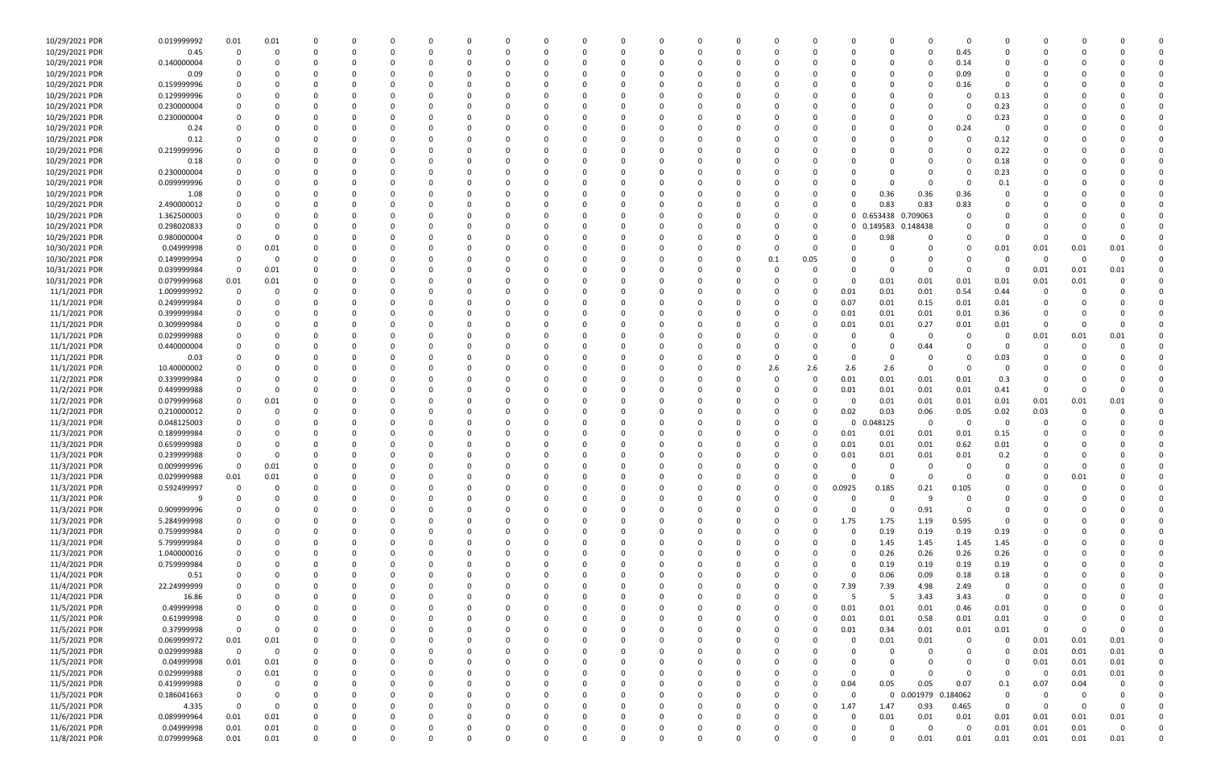| | | | | | | | | | | | | | | | | | | | | | | | | | | | |
|---|---|---|---|---|---|---|---|---|---|---|---|---|---|---|---|---|---|---|---|---|---|---|---|---|---|---|---|
| 10/29/2021 | PDR | 0.019999992 | 0.01 | 0.01 | 0 | 0 | 0 | 0 | 0 | 0 | 0 | 0 | 0 | 0 | 0 | 0 | 0 | 0 | 0 | 0 | 0 | 0 | 0 | 0 | 0 | 0 | 0 |
| 10/29/2021 | PDR | 0.45 | 0 | 0 | 0 | 0 | 0 | 0 | 0 | 0 | 0 | 0 | 0 | 0 | 0 | 0 | 0 | 0 | 0 | 0 | 0 | 0.45 | 0 | 0 | 0 | 0 | 0 |
| 10/29/2021 | PDR | 0.140000004 | 0 | 0 | 0 | 0 | 0 | 0 | 0 | 0 | 0 | 0 | 0 | 0 | 0 | 0 | 0 | 0 | 0 | 0 | 0 | 0.14 | 0 | 0 | 0 | 0 | 0 |
| 10/29/2021 | PDR | 0.09 | 0 | 0 | 0 | 0 | 0 | 0 | 0 | 0 | 0 | 0 | 0 | 0 | 0 | 0 | 0 | 0 | 0 | 0 | 0 | 0.09 | 0 | 0 | 0 | 0 | 0 |
| 10/29/2021 | PDR | 0.159999996 | 0 | 0 | 0 | 0 | 0 | 0 | 0 | 0 | 0 | 0 | 0 | 0 | 0 | 0 | 0 | 0 | 0 | 0 | 0 | 0.16 | 0 | 0 | 0 | 0 | 0 |
| 10/29/2021 | PDR | 0.129999996 | 0 | 0 | 0 | 0 | 0 | 0 | 0 | 0 | 0 | 0 | 0 | 0 | 0 | 0 | 0 | 0 | 0 | 0 | 0 | 0 | 0.13 | 0 | 0 | 0 | 0 |
| 10/29/2021 | PDR | 0.230000004 | 0 | 0 | 0 | 0 | 0 | 0 | 0 | 0 | 0 | 0 | 0 | 0 | 0 | 0 | 0 | 0 | 0 | 0 | 0 | 0 | 0.23 | 0 | 0 | 0 | 0 |
| 10/29/2021 | PDR | 0.230000004 | 0 | 0 | 0 | 0 | 0 | 0 | 0 | 0 | 0 | 0 | 0 | 0 | 0 | 0 | 0 | 0 | 0 | 0 | 0 | 0 | 0.23 | 0 | 0 | 0 | 0 |
| 10/29/2021 | PDR | 0.24 | 0 | 0 | 0 | 0 | 0 | 0 | 0 | 0 | 0 | 0 | 0 | 0 | 0 | 0 | 0 | 0 | 0 | 0 | 0 | 0.24 | 0 | 0 | 0 | 0 | 0 |
| 10/29/2021 | PDR | 0.12 | 0 | 0 | 0 | 0 | 0 | 0 | 0 | 0 | 0 | 0 | 0 | 0 | 0 | 0 | 0 | 0 | 0 | 0 | 0 | 0 | 0.12 | 0 | 0 | 0 | 0 |
| 10/29/2021 | PDR | 0.219999996 | 0 | 0 | 0 | 0 | 0 | 0 | 0 | 0 | 0 | 0 | 0 | 0 | 0 | 0 | 0 | 0 | 0 | 0 | 0 | 0 | 0.22 | 0 | 0 | 0 | 0 |
| 10/29/2021 | PDR | 0.18 | 0 | 0 | 0 | 0 | 0 | 0 | 0 | 0 | 0 | 0 | 0 | 0 | 0 | 0 | 0 | 0 | 0 | 0 | 0 | 0 | 0.18 | 0 | 0 | 0 | 0 |
| 10/29/2021 | PDR | 0.230000004 | 0 | 0 | 0 | 0 | 0 | 0 | 0 | 0 | 0 | 0 | 0 | 0 | 0 | 0 | 0 | 0 | 0 | 0 | 0 | 0 | 0.23 | 0 | 0 | 0 | 0 |
| 10/29/2021 | PDR | 0.099999996 | 0 | 0 | 0 | 0 | 0 | 0 | 0 | 0 | 0 | 0 | 0 | 0 | 0 | 0 | 0 | 0 | 0 | 0 | 0 | 0 | 0.1 | 0 | 0 | 0 | 0 |
| 10/29/2021 | PDR | 1.08 | 0 | 0 | 0 | 0 | 0 | 0 | 0 | 0 | 0 | 0 | 0 | 0 | 0 | 0 | 0 | 0 | 0.36 | 0.36 | 0.36 | 0 | 0 | 0 | 0 | 0 | 0 |
| 10/29/2021 | PDR | 2.490000012 | 0 | 0 | 0 | 0 | 0 | 0 | 0 | 0 | 0 | 0 | 0 | 0 | 0 | 0 | 0 | 0 | 0.83 | 0.83 | 0.83 | 0 | 0 | 0 | 0 | 0 | 0 |
| 10/29/2021 | PDR | 1.362500003 | 0 | 0 | 0 | 0 | 0 | 0 | 0 | 0 | 0 | 0 | 0 | 0 | 0 | 0 | 0 | 0 | 0.653438 | 0.709063 | 0 | 0 | 0 | 0 | 0 | 0 | 0 |
| 10/29/2021 | PDR | 0.298020833 | 0 | 0 | 0 | 0 | 0 | 0 | 0 | 0 | 0 | 0 | 0 | 0 | 0 | 0 | 0 | 0 | 0.149583 | 0.148438 | 0 | 0 | 0 | 0 | 0 | 0 | 0 |
| 10/29/2021 | PDR | 0.980000004 | 0 | 0 | 0 | 0 | 0 | 0 | 0 | 0 | 0 | 0 | 0 | 0 | 0 | 0 | 0 | 0 | 0.98 | 0 | 0 | 0 | 0 | 0 | 0 | 0 | 0 |
| 10/30/2021 | PDR | 0.04999998 | 0 | 0.01 | 0 | 0 | 0 | 0 | 0 | 0 | 0 | 0 | 0 | 0 | 0 | 0 | 0 | 0 | 0 | 0 | 0 | 0.01 | 0.01 | 0.01 | 0.01 | 0 |
| 10/30/2021 | PDR | 0.149999994 | 0 | 0 | 0 | 0 | 0 | 0 | 0 | 0 | 0 | 0 | 0 | 0 | 0 | 0 | 0.1 | 0.05 | 0 | 0 | 0 | 0 | 0 | 0 | 0 | 0 | 0 |
| 10/31/2021 | PDR | 0.039999984 | 0 | 0.01 | 0 | 0 | 0 | 0 | 0 | 0 | 0 | 0 | 0 | 0 | 0 | 0 | 0 | 0 | 0 | 0 | 0 | 0 | 0 | 0.01 | 0.01 | 0.01 | 0 |
| 10/31/2021 | PDR | 0.079999968 | 0.01 | 0.01 | 0 | 0 | 0 | 0 | 0 | 0 | 0 | 0 | 0 | 0 | 0 | 0 | 0 | 0 | 0 | 0.01 | 0.01 | 0.01 | 0.01 | 0.01 | 0.01 | 0 | 0 |
| 11/1/2021 | PDR | 1.009999992 | 0 | 0 | 0 | 0 | 0 | 0 | 0 | 0 | 0 | 0 | 0 | 0 | 0 | 0 | 0 | 0 | 0.01 | 0.01 | 0.01 | 0.54 | 0.44 | 0 | 0 | 0 | 0 |
| 11/1/2021 | PDR | 0.249999984 | 0 | 0 | 0 | 0 | 0 | 0 | 0 | 0 | 0 | 0 | 0 | 0 | 0 | 0 | 0 | 0 | 0.07 | 0.01 | 0.15 | 0.01 | 0.01 | 0 | 0 | 0 | 0 |
| 11/1/2021 | PDR | 0.399999984 | 0 | 0 | 0 | 0 | 0 | 0 | 0 | 0 | 0 | 0 | 0 | 0 | 0 | 0 | 0 | 0 | 0.01 | 0.01 | 0.01 | 0.01 | 0.36 | 0 | 0 | 0 | 0 |
| 11/1/2021 | PDR | 0.309999984 | 0 | 0 | 0 | 0 | 0 | 0 | 0 | 0 | 0 | 0 | 0 | 0 | 0 | 0 | 0 | 0 | 0.01 | 0.01 | 0.27 | 0.01 | 0.01 | 0 | 0 | 0 | 0 |
| 11/1/2021 | PDR | 0.029999988 | 0 | 0 | 0 | 0 | 0 | 0 | 0 | 0 | 0 | 0 | 0 | 0 | 0 | 0 | 0 | 0 | 0 | 0 | 0 | 0 | 0 | 0.01 | 0.01 | 0.01 | 0 |
| 11/1/2021 | PDR | 0.440000004 | 0 | 0 | 0 | 0 | 0 | 0 | 0 | 0 | 0 | 0 | 0 | 0 | 0 | 0 | 0 | 0 | 0 | 0 | 0.44 | 0 | 0 | 0 | 0 | 0 | 0 |
| 11/1/2021 | PDR | 0.03 | 0 | 0 | 0 | 0 | 0 | 0 | 0 | 0 | 0 | 0 | 0 | 0 | 0 | 0 | 0 | 0 | 0 | 0 | 0 | 0 | 0.03 | 0 | 0 | 0 | 0 |
| 11/1/2021 | PDR | 10.40000002 | 0 | 0 | 0 | 0 | 0 | 0 | 0 | 0 | 0 | 0 | 0 | 0 | 0 | 0 | 2.6 | 2.6 | 2.6 | 2.6 | 0 | 0 | 0 | 0 | 0 | 0 | 0 |
| 11/2/2021 | PDR | 0.339999984 | 0 | 0 | 0 | 0 | 0 | 0 | 0 | 0 | 0 | 0 | 0 | 0 | 0 | 0 | 0 | 0 | 0.01 | 0.01 | 0.01 | 0.01 | 0.3 | 0 | 0 | 0 | 0 |
| 11/2/2021 | PDR | 0.449999988 | 0 | 0 | 0 | 0 | 0 | 0 | 0 | 0 | 0 | 0 | 0 | 0 | 0 | 0 | 0 | 0 | 0.01 | 0.01 | 0.01 | 0.01 | 0.41 | 0 | 0 | 0 | 0 |
| 11/2/2021 | PDR | 0.079999968 | 0 | 0.01 | 0 | 0 | 0 | 0 | 0 | 0 | 0 | 0 | 0 | 0 | 0 | 0 | 0 | 0 | 0 | 0.01 | 0.01 | 0.01 | 0.01 | 0.01 | 0.01 | 0.01 | 0 |
| 11/2/2021 | PDR | 0.210000012 | 0 | 0 | 0 | 0 | 0 | 0 | 0 | 0 | 0 | 0 | 0 | 0 | 0 | 0 | 0 | 0 | 0.02 | 0.03 | 0.06 | 0.05 | 0.02 | 0.03 | 0 | 0 | 0 |
| 11/3/2021 | PDR | 0.048125003 | 0 | 0 | 0 | 0 | 0 | 0 | 0 | 0 | 0 | 0 | 0 | 0 | 0 | 0 | 0 | 0 | 0 | 0.048125 | 0 | 0 | 0 | 0 | 0 | 0 | 0 |
| 11/3/2021 | PDR | 0.189999984 | 0 | 0 | 0 | 0 | 0 | 0 | 0 | 0 | 0 | 0 | 0 | 0 | 0 | 0 | 0 | 0 | 0.01 | 0.01 | 0.01 | 0.01 | 0.15 | 0 | 0 | 0 | 0 |
| 11/3/2021 | PDR | 0.659999988 | 0 | 0 | 0 | 0 | 0 | 0 | 0 | 0 | 0 | 0 | 0 | 0 | 0 | 0 | 0 | 0 | 0.01 | 0.01 | 0.01 | 0.62 | 0.01 | 0 | 0 | 0 | 0 |
| 11/3/2021 | PDR | 0.239999988 | 0 | 0 | 0 | 0 | 0 | 0 | 0 | 0 | 0 | 0 | 0 | 0 | 0 | 0 | 0 | 0 | 0.01 | 0.01 | 0.01 | 0.01 | 0.2 | 0 | 0 | 0 | 0 |
| 11/3/2021 | PDR | 0.009999996 | 0 | 0.01 | 0 | 0 | 0 | 0 | 0 | 0 | 0 | 0 | 0 | 0 | 0 | 0 | 0 | 0 | 0 | 0 | 0 | 0 | 0 | 0 | 0 | 0 | 0 |
| 11/3/2021 | PDR | 0.029999988 | 0.01 | 0.01 | 0 | 0 | 0 | 0 | 0 | 0 | 0 | 0 | 0 | 0 | 0 | 0 | 0 | 0 | 0 | 0 | 0 | 0 | 0 | 0 | 0.01 | 0 | 0 |
| 11/3/2021 | PDR | 0.592499997 | 0 | 0 | 0 | 0 | 0 | 0 | 0 | 0 | 0 | 0 | 0 | 0 | 0 | 0 | 0 | 0 | 0.0925 | 0.185 | 0.21 | 0.105 | 0 | 0 | 0 | 0 | 0 |
| 11/3/2021 | PDR | 9 | 0 | 0 | 0 | 0 | 0 | 0 | 0 | 0 | 0 | 0 | 0 | 0 | 0 | 0 | 0 | 0 | 0 | 0 | 9 | 0 | 0 | 0 | 0 | 0 | 0 |
| 11/3/2021 | PDR | 0.909999996 | 0 | 0 | 0 | 0 | 0 | 0 | 0 | 0 | 0 | 0 | 0 | 0 | 0 | 0 | 0 | 0 | 0 | 0 | 0.91 | 0 | 0 | 0 | 0 | 0 | 0 |
| 11/3/2021 | PDR | 5.284999998 | 0 | 0 | 0 | 0 | 0 | 0 | 0 | 0 | 0 | 0 | 0 | 0 | 0 | 0 | 0 | 0 | 1.75 | 1.75 | 1.19 | 0.595 | 0 | 0 | 0 | 0 | 0 |
| 11/3/2021 | PDR | 0.759999984 | 0 | 0 | 0 | 0 | 0 | 0 | 0 | 0 | 0 | 0 | 0 | 0 | 0 | 0 | 0 | 0 | 0 | 0.19 | 0.19 | 0.19 | 0.19 | 0 | 0 | 0 | 0 |
| 11/3/2021 | PDR | 5.799999984 | 0 | 0 | 0 | 0 | 0 | 0 | 0 | 0 | 0 | 0 | 0 | 0 | 0 | 0 | 0 | 0 | 0 | 1.45 | 1.45 | 1.45 | 1.45 | 0 | 0 | 0 | 0 |
| 11/3/2021 | PDR | 1.040000016 | 0 | 0 | 0 | 0 | 0 | 0 | 0 | 0 | 0 | 0 | 0 | 0 | 0 | 0 | 0 | 0 | 0 | 0.26 | 0.26 | 0.26 | 0.26 | 0 | 0 | 0 | 0 |
| 11/4/2021 | PDR | 0.759999984 | 0 | 0 | 0 | 0 | 0 | 0 | 0 | 0 | 0 | 0 | 0 | 0 | 0 | 0 | 0 | 0 | 0 | 0.19 | 0.19 | 0.19 | 0.19 | 0 | 0 | 0 | 0 |
| 11/4/2021 | PDR | 0.51 | 0 | 0 | 0 | 0 | 0 | 0 | 0 | 0 | 0 | 0 | 0 | 0 | 0 | 0 | 0 | 0 | 0 | 0.06 | 0.09 | 0.18 | 0.18 | 0 | 0 | 0 | 0 |
| 11/4/2021 | PDR | 22.24999999 | 0 | 0 | 0 | 0 | 0 | 0 | 0 | 0 | 0 | 0 | 0 | 0 | 0 | 0 | 0 | 0 | 7.39 | 7.39 | 4.98 | 2.49 | 0 | 0 | 0 | 0 | 0 |
| 11/4/2021 | PDR | 16.86 | 0 | 0 | 0 | 0 | 0 | 0 | 0 | 0 | 0 | 0 | 0 | 0 | 0 | 0 | 0 | 0 | 5 | 5 | 3.43 | 3.43 | 0 | 0 | 0 | 0 | 0 |
| 11/5/2021 | PDR | 0.49999998 | 0 | 0 | 0 | 0 | 0 | 0 | 0 | 0 | 0 | 0 | 0 | 0 | 0 | 0 | 0 | 0 | 0.01 | 0.01 | 0.01 | 0.46 | 0.01 | 0 | 0 | 0 | 0 |
| 11/5/2021 | PDR | 0.61999998 | 0 | 0 | 0 | 0 | 0 | 0 | 0 | 0 | 0 | 0 | 0 | 0 | 0 | 0 | 0 | 0 | 0.01 | 0.01 | 0.58 | 0.01 | 0.01 | 0 | 0 | 0 | 0 |
| 11/5/2021 | PDR | 0.37999998 | 0 | 0 | 0 | 0 | 0 | 0 | 0 | 0 | 0 | 0 | 0 | 0 | 0 | 0 | 0 | 0 | 0.01 | 0.34 | 0.01 | 0.01 | 0.01 | 0 | 0 | 0 | 0 |
| 11/5/2021 | PDR | 0.069999972 | 0.01 | 0.01 | 0 | 0 | 0 | 0 | 0 | 0 | 0 | 0 | 0 | 0 | 0 | 0 | 0 | 0 | 0 | 0.01 | 0.01 | 0 | 0 | 0.01 | 0.01 | 0.01 | 0 |
| 11/5/2021 | PDR | 0.029999988 | 0 | 0 | 0 | 0 | 0 | 0 | 0 | 0 | 0 | 0 | 0 | 0 | 0 | 0 | 0 | 0 | 0 | 0 | 0 | 0 | 0 | 0.01 | 0.01 | 0.01 | 0 |
| 11/5/2021 | PDR | 0.04999998 | 0.01 | 0.01 | 0 | 0 | 0 | 0 | 0 | 0 | 0 | 0 | 0 | 0 | 0 | 0 | 0 | 0 | 0 | 0 | 0 | 0 | 0 | 0.01 | 0.01 | 0.01 | 0 |
| 11/5/2021 | PDR | 0.029999988 | 0 | 0.01 | 0 | 0 | 0 | 0 | 0 | 0 | 0 | 0 | 0 | 0 | 0 | 0 | 0 | 0 | 0 | 0 | 0 | 0 | 0 | 0 | 0.01 | 0.01 | 0 |
| 11/5/2021 | PDR | 0.419999988 | 0 | 0 | 0 | 0 | 0 | 0 | 0 | 0 | 0 | 0 | 0 | 0 | 0 | 0 | 0 | 0 | 0.04 | 0.05 | 0.05 | 0.07 | 0.1 | 0.07 | 0.04 | 0 | 0 |
| 11/5/2021 | PDR | 0.186041663 | 0 | 0 | 0 | 0 | 0 | 0 | 0 | 0 | 0 | 0 | 0 | 0 | 0 | 0 | 0 | 0 | 0 | 0 | 0.001979 | 0.184062 | 0 | 0 | 0 | 0 | 0 |
| 11/5/2021 | PDR | 4.335 | 0 | 0 | 0 | 0 | 0 | 0 | 0 | 0 | 0 | 0 | 0 | 0 | 0 | 0 | 0 | 0 | 1.47 | 1.47 | 0.93 | 0.465 | 0 | 0 | 0 | 0 | 0 |
| 11/6/2021 | PDR | 0.089999964 | 0.01 | 0.01 | 0 | 0 | 0 | 0 | 0 | 0 | 0 | 0 | 0 | 0 | 0 | 0 | 0 | 0 | 0 | 0.01 | 0.01 | 0.01 | 0.01 | 0.01 | 0.01 | 0.01 | 0 |
| 11/6/2021 | PDR | 0.04999998 | 0.01 | 0.01 | 0 | 0 | 0 | 0 | 0 | 0 | 0 | 0 | 0 | 0 | 0 | 0 | 0 | 0 | 0 | 0 | 0 | 0 | 0.01 | 0.01 | 0.01 | 0 | 0 |
| 11/8/2021 | PDR | 0.079999968 | 0.01 | 0.01 | 0 | 0 | 0 | 0 | 0 | 0 | 0 | 0 | 0 | 0 | 0 | 0 | 0 | 0 | 0 | 0 | 0.01 | 0.01 | 0.01 | 0.01 | 0.01 | 0.01 | 0 |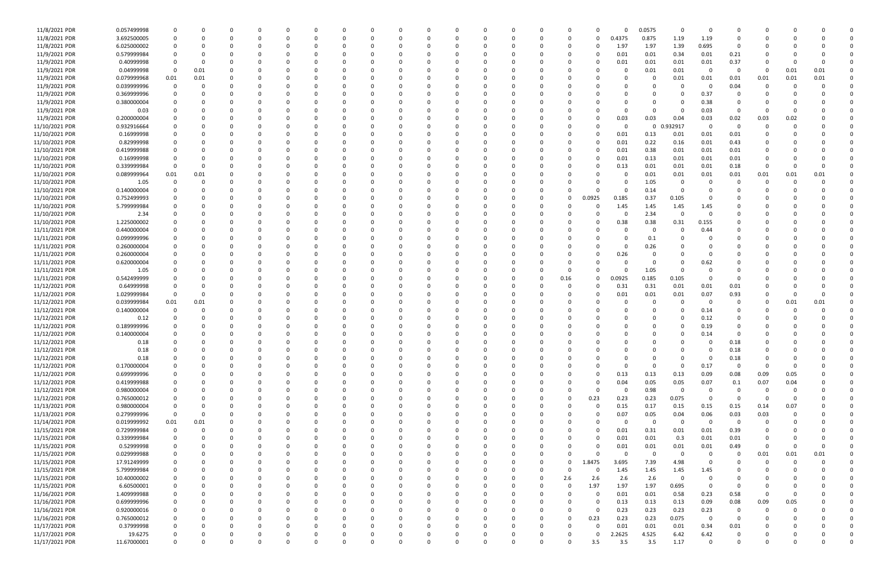| | | | | | | | | | | | | | | | | | | | | | | | | | | |
|---|---|---|---|---|---|---|---|---|---|---|---|---|---|---|---|---|---|---|---|---|---|---|---|---|---|---|
| 11/8/2021 PDR | 0.057499998 | 0 | 0 | 0 | 0 | 0 | 0 | 0 | 0 | 0 | 0 | 0 | 0 | 0 | 0 | 0 | 0 | 0 | 0.0575 | 0 | 0 | 0 | 0 | 0 | 0 | 0 |
| 11/8/2021 PDR | 3.692500005 | 0 | 0 | 0 | 0 | 0 | 0 | 0 | 0 | 0 | 0 | 0 | 0 | 0 | 0 | 0 | 0 | 0.4375 | 0.875 | 1.19 | 1.19 | 0 | 0 | 0 | 0 | 0 |
| 11/8/2021 PDR | 6.025000002 | 0 | 0 | 0 | 0 | 0 | 0 | 0 | 0 | 0 | 0 | 0 | 0 | 0 | 0 | 0 | 0 | 1.97 | 1.97 | 1.39 | 0.695 | 0 | 0 | 0 | 0 | 0 |
| 11/9/2021 PDR | 0.579999984 | 0 | 0 | 0 | 0 | 0 | 0 | 0 | 0 | 0 | 0 | 0 | 0 | 0 | 0 | 0 | 0 | 0.01 | 0.01 | 0.34 | 0.01 | 0.21 | 0 | 0 | 0 | 0 |
| 11/9/2021 PDR | 0.40999998 | 0 | 0 | 0 | 0 | 0 | 0 | 0 | 0 | 0 | 0 | 0 | 0 | 0 | 0 | 0 | 0 | 0.01 | 0.01 | 0.01 | 0.01 | 0.37 | 0 | 0 | 0 | 0 |
| 11/9/2021 PDR | 0.04999998 | 0 | 0.01 | 0 | 0 | 0 | 0 | 0 | 0 | 0 | 0 | 0 | 0 | 0 | 0 | 0 | 0 | 0 | 0.01 | 0.01 | 0 | 0 | 0 | 0.01 | 0.01 | 0 |
| 11/9/2021 PDR | 0.079999968 | 0.01 | 0.01 | 0 | 0 | 0 | 0 | 0 | 0 | 0 | 0 | 0 | 0 | 0 | 0 | 0 | 0 | 0 | 0 | 0.01 | 0.01 | 0.01 | 0.01 | 0.01 | 0.01 | 0 |
| 11/9/2021 PDR | 0.039999996 | 0 | 0 | 0 | 0 | 0 | 0 | 0 | 0 | 0 | 0 | 0 | 0 | 0 | 0 | 0 | 0 | 0 | 0 | 0 | 0 | 0.04 | 0 | 0 | 0 | 0 |
| 11/9/2021 PDR | 0.369999996 | 0 | 0 | 0 | 0 | 0 | 0 | 0 | 0 | 0 | 0 | 0 | 0 | 0 | 0 | 0 | 0 | 0 | 0 | 0 | 0.37 | 0 | 0 | 0 | 0 | 0 |
| 11/9/2021 PDR | 0.380000004 | 0 | 0 | 0 | 0 | 0 | 0 | 0 | 0 | 0 | 0 | 0 | 0 | 0 | 0 | 0 | 0 | 0 | 0 | 0 | 0.38 | 0 | 0 | 0 | 0 | 0 |
| 11/9/2021 PDR | 0.03 | 0 | 0 | 0 | 0 | 0 | 0 | 0 | 0 | 0 | 0 | 0 | 0 | 0 | 0 | 0 | 0 | 0 | 0 | 0 | 0.03 | 0 | 0 | 0 | 0 | 0 |
| 11/9/2021 PDR | 0.200000004 | 0 | 0 | 0 | 0 | 0 | 0 | 0 | 0 | 0 | 0 | 0 | 0 | 0 | 0 | 0 | 0 | 0.03 | 0.03 | 0.04 | 0.03 | 0.02 | 0.03 | 0.02 | 0 | 0 |
| 11/10/2021 PDR | 0.932916664 | 0 | 0 | 0 | 0 | 0 | 0 | 0 | 0 | 0 | 0 | 0 | 0 | 0 | 0 | 0 | 0 | 0 | 0 | 0.932917 | 0 | 0 | 0 | 0 | 0 | 0 |
| 11/10/2021 PDR | 0.16999998 | 0 | 0 | 0 | 0 | 0 | 0 | 0 | 0 | 0 | 0 | 0 | 0 | 0 | 0 | 0 | 0 | 0.01 | 0.13 | 0.01 | 0.01 | 0.01 | 0 | 0 | 0 | 0 |
| 11/10/2021 PDR | 0.82999998 | 0 | 0 | 0 | 0 | 0 | 0 | 0 | 0 | 0 | 0 | 0 | 0 | 0 | 0 | 0 | 0 | 0.01 | 0.22 | 0.16 | 0.01 | 0.43 | 0 | 0 | 0 | 0 |
| 11/10/2021 PDR | 0.419999988 | 0 | 0 | 0 | 0 | 0 | 0 | 0 | 0 | 0 | 0 | 0 | 0 | 0 | 0 | 0 | 0 | 0.01 | 0.38 | 0.01 | 0.01 | 0.01 | 0 | 0 | 0 | 0 |
| 11/10/2021 PDR | 0.16999998 | 0 | 0 | 0 | 0 | 0 | 0 | 0 | 0 | 0 | 0 | 0 | 0 | 0 | 0 | 0 | 0 | 0.01 | 0.13 | 0.01 | 0.01 | 0.01 | 0 | 0 | 0 | 0 |
| 11/10/2021 PDR | 0.339999984 | 0 | 0 | 0 | 0 | 0 | 0 | 0 | 0 | 0 | 0 | 0 | 0 | 0 | 0 | 0 | 0 | 0.13 | 0.01 | 0.01 | 0.01 | 0.18 | 0 | 0 | 0 | 0 |
| 11/10/2021 PDR | 0.089999964 | 0.01 | 0.01 | 0 | 0 | 0 | 0 | 0 | 0 | 0 | 0 | 0 | 0 | 0 | 0 | 0 | 0 | 0 | 0.01 | 0.01 | 0.01 | 0.01 | 0.01 | 0.01 | 0.01 | 0 |
| 11/10/2021 PDR | 1.05 | 0 | 0 | 0 | 0 | 0 | 0 | 0 | 0 | 0 | 0 | 0 | 0 | 0 | 0 | 0 | 0 | 0 | 1.05 | 0 | 0 | 0 | 0 | 0 | 0 | 0 |
| 11/10/2021 PDR | 0.140000004 | 0 | 0 | 0 | 0 | 0 | 0 | 0 | 0 | 0 | 0 | 0 | 0 | 0 | 0 | 0 | 0 | 0 | 0.14 | 0 | 0 | 0 | 0 | 0 | 0 | 0 |
| 11/10/2021 PDR | 0.752499993 | 0 | 0 | 0 | 0 | 0 | 0 | 0 | 0 | 0 | 0 | 0 | 0 | 0 | 0 | 0 | 0.0925 | 0.185 | 0.37 | 0.105 | 0 | 0 | 0 | 0 | 0 | 0 |
| 11/10/2021 PDR | 5.799999984 | 0 | 0 | 0 | 0 | 0 | 0 | 0 | 0 | 0 | 0 | 0 | 0 | 0 | 0 | 0 | 0 | 1.45 | 1.45 | 1.45 | 1.45 | 0 | 0 | 0 | 0 | 0 |
| 11/10/2021 PDR | 2.34 | 0 | 0 | 0 | 0 | 0 | 0 | 0 | 0 | 0 | 0 | 0 | 0 | 0 | 0 | 0 | 0 | 0 | 2.34 | 0 | 0 | 0 | 0 | 0 | 0 | 0 |
| 11/10/2021 PDR | 1.225000002 | 0 | 0 | 0 | 0 | 0 | 0 | 0 | 0 | 0 | 0 | 0 | 0 | 0 | 0 | 0 | 0 | 0.38 | 0.38 | 0.31 | 0.155 | 0 | 0 | 0 | 0 | 0 |
| 11/11/2021 PDR | 0.440000004 | 0 | 0 | 0 | 0 | 0 | 0 | 0 | 0 | 0 | 0 | 0 | 0 | 0 | 0 | 0 | 0 | 0 | 0 | 0 | 0.44 | 0 | 0 | 0 | 0 | 0 |
| 11/11/2021 PDR | 0.099999996 | 0 | 0 | 0 | 0 | 0 | 0 | 0 | 0 | 0 | 0 | 0 | 0 | 0 | 0 | 0 | 0 | 0 | 0.1 | 0 | 0 | 0 | 0 | 0 | 0 | 0 |
| 11/11/2021 PDR | 0.260000004 | 0 | 0 | 0 | 0 | 0 | 0 | 0 | 0 | 0 | 0 | 0 | 0 | 0 | 0 | 0 | 0 | 0 | 0.26 | 0 | 0 | 0 | 0 | 0 | 0 | 0 |
| 11/11/2021 PDR | 0.260000004 | 0 | 0 | 0 | 0 | 0 | 0 | 0 | 0 | 0 | 0 | 0 | 0 | 0 | 0 | 0 | 0 | 0.26 | 0 | 0 | 0 | 0 | 0 | 0 | 0 | 0 |
| 11/11/2021 PDR | 0.620000004 | 0 | 0 | 0 | 0 | 0 | 0 | 0 | 0 | 0 | 0 | 0 | 0 | 0 | 0 | 0 | 0 | 0 | 0 | 0 | 0.62 | 0 | 0 | 0 | 0 | 0 |
| 11/11/2021 PDR | 1.05 | 0 | 0 | 0 | 0 | 0 | 0 | 0 | 0 | 0 | 0 | 0 | 0 | 0 | 0 | 0 | 0 | 0 | 1.05 | 0 | 0 | 0 | 0 | 0 | 0 | 0 |
| 11/11/2021 PDR | 0.542499999 | 0 | 0 | 0 | 0 | 0 | 0 | 0 | 0 | 0 | 0 | 0 | 0 | 0 | 0 | 0.16 | 0 | 0.0925 | 0.185 | 0.105 | 0 | 0 | 0 | 0 | 0 | 0 |
| 11/12/2021 PDR | 0.64999998 | 0 | 0 | 0 | 0 | 0 | 0 | 0 | 0 | 0 | 0 | 0 | 0 | 0 | 0 | 0 | 0 | 0.31 | 0.31 | 0.01 | 0.01 | 0.01 | 0 | 0 | 0 | 0 |
| 11/12/2021 PDR | 1.029999984 | 0 | 0 | 0 | 0 | 0 | 0 | 0 | 0 | 0 | 0 | 0 | 0 | 0 | 0 | 0 | 0 | 0.01 | 0.01 | 0.01 | 0.07 | 0.93 | 0 | 0 | 0 | 0 |
| 11/12/2021 PDR | 0.039999984 | 0.01 | 0.01 | 0 | 0 | 0 | 0 | 0 | 0 | 0 | 0 | 0 | 0 | 0 | 0 | 0 | 0 | 0 | 0 | 0 | 0 | 0 | 0 | 0.01 | 0.01 | 0 |
| 11/12/2021 PDR | 0.140000004 | 0 | 0 | 0 | 0 | 0 | 0 | 0 | 0 | 0 | 0 | 0 | 0 | 0 | 0 | 0 | 0 | 0 | 0 | 0 | 0.14 | 0 | 0 | 0 | 0 | 0 |
| 11/12/2021 PDR | 0.12 | 0 | 0 | 0 | 0 | 0 | 0 | 0 | 0 | 0 | 0 | 0 | 0 | 0 | 0 | 0 | 0 | 0 | 0 | 0 | 0.12 | 0 | 0 | 0 | 0 | 0 |
| 11/12/2021 PDR | 0.189999996 | 0 | 0 | 0 | 0 | 0 | 0 | 0 | 0 | 0 | 0 | 0 | 0 | 0 | 0 | 0 | 0 | 0 | 0 | 0 | 0.19 | 0 | 0 | 0 | 0 | 0 |
| 11/12/2021 PDR | 0.140000004 | 0 | 0 | 0 | 0 | 0 | 0 | 0 | 0 | 0 | 0 | 0 | 0 | 0 | 0 | 0 | 0 | 0 | 0 | 0 | 0.14 | 0 | 0 | 0 | 0 | 0 |
| 11/12/2021 PDR | 0.18 | 0 | 0 | 0 | 0 | 0 | 0 | 0 | 0 | 0 | 0 | 0 | 0 | 0 | 0 | 0 | 0 | 0 | 0 | 0 | 0 | 0.18 | 0 | 0 | 0 | 0 |
| 11/12/2021 PDR | 0.18 | 0 | 0 | 0 | 0 | 0 | 0 | 0 | 0 | 0 | 0 | 0 | 0 | 0 | 0 | 0 | 0 | 0 | 0 | 0 | 0 | 0.18 | 0 | 0 | 0 | 0 |
| 11/12/2021 PDR | 0.18 | 0 | 0 | 0 | 0 | 0 | 0 | 0 | 0 | 0 | 0 | 0 | 0 | 0 | 0 | 0 | 0 | 0 | 0 | 0 | 0 | 0.18 | 0 | 0 | 0 | 0 |
| 11/12/2021 PDR | 0.170000004 | 0 | 0 | 0 | 0 | 0 | 0 | 0 | 0 | 0 | 0 | 0 | 0 | 0 | 0 | 0 | 0 | 0 | 0 | 0 | 0.17 | 0 | 0 | 0 | 0 | 0 |
| 11/12/2021 PDR | 0.699999996 | 0 | 0 | 0 | 0 | 0 | 0 | 0 | 0 | 0 | 0 | 0 | 0 | 0 | 0 | 0 | 0 | 0.13 | 0.13 | 0.13 | 0.09 | 0.08 | 0.09 | 0.05 | 0 | 0 |
| 11/12/2021 PDR | 0.419999988 | 0 | 0 | 0 | 0 | 0 | 0 | 0 | 0 | 0 | 0 | 0 | 0 | 0 | 0 | 0 | 0 | 0.04 | 0.05 | 0.05 | 0.07 | 0.1 | 0.07 | 0.04 | 0 | 0 |
| 11/12/2021 PDR | 0.980000004 | 0 | 0 | 0 | 0 | 0 | 0 | 0 | 0 | 0 | 0 | 0 | 0 | 0 | 0 | 0 | 0 | 0 | 0.98 | 0 | 0 | 0 | 0 | 0 | 0 | 0 |
| 11/12/2021 PDR | 0.765000012 | 0 | 0 | 0 | 0 | 0 | 0 | 0 | 0 | 0 | 0 | 0 | 0 | 0 | 0 | 0 | 0.23 | 0.23 | 0.23 | 0.075 | 0 | 0 | 0 | 0 | 0 | 0 |
| 11/13/2021 PDR | 0.980000004 | 0 | 0 | 0 | 0 | 0 | 0 | 0 | 0 | 0 | 0 | 0 | 0 | 0 | 0 | 0 | 0 | 0.15 | 0.17 | 0.15 | 0.15 | 0.15 | 0.14 | 0.07 | 0 | 0 |
| 11/13/2021 PDR | 0.279999996 | 0 | 0 | 0 | 0 | 0 | 0 | 0 | 0 | 0 | 0 | 0 | 0 | 0 | 0 | 0 | 0 | 0.07 | 0.05 | 0.04 | 0.06 | 0.03 | 0.03 | 0 | 0 | 0 |
| 11/14/2021 PDR | 0.019999992 | 0.01 | 0.01 | 0 | 0 | 0 | 0 | 0 | 0 | 0 | 0 | 0 | 0 | 0 | 0 | 0 | 0 | 0 | 0 | 0 | 0 | 0 | 0 | 0 | 0 | 0 |
| 11/15/2021 PDR | 0.729999984 | 0 | 0 | 0 | 0 | 0 | 0 | 0 | 0 | 0 | 0 | 0 | 0 | 0 | 0 | 0 | 0 | 0.01 | 0.31 | 0.01 | 0.01 | 0.39 | 0 | 0 | 0 | 0 |
| 11/15/2021 PDR | 0.339999984 | 0 | 0 | 0 | 0 | 0 | 0 | 0 | 0 | 0 | 0 | 0 | 0 | 0 | 0 | 0 | 0 | 0.01 | 0.01 | 0.3 | 0.01 | 0.01 | 0 | 0 | 0 | 0 |
| 11/15/2021 PDR | 0.52999998 | 0 | 0 | 0 | 0 | 0 | 0 | 0 | 0 | 0 | 0 | 0 | 0 | 0 | 0 | 0 | 0 | 0.01 | 0.01 | 0.01 | 0.01 | 0.49 | 0 | 0 | 0 | 0 |
| 11/15/2021 PDR | 0.029999988 | 0 | 0 | 0 | 0 | 0 | 0 | 0 | 0 | 0 | 0 | 0 | 0 | 0 | 0 | 0 | 0 | 0 | 0 | 0 | 0 | 0 | 0.01 | 0.01 | 0.01 | 0 |
| 11/15/2021 PDR | 17.91249999 | 0 | 0 | 0 | 0 | 0 | 0 | 0 | 0 | 0 | 0 | 0 | 0 | 0 | 0 | 0 | 1.8475 | 3.695 | 7.39 | 4.98 | 0 | 0 | 0 | 0 | 0 | 0 |
| 11/15/2021 PDR | 5.799999984 | 0 | 0 | 0 | 0 | 0 | 0 | 0 | 0 | 0 | 0 | 0 | 0 | 0 | 0 | 0 | 0 | 1.45 | 1.45 | 1.45 | 1.45 | 0 | 0 | 0 | 0 | 0 |
| 11/15/2021 PDR | 10.40000002 | 0 | 0 | 0 | 0 | 0 | 0 | 0 | 0 | 0 | 0 | 0 | 0 | 0 | 0 | 2.6 | 2.6 | 2.6 | 2.6 | 0 | 0 | 0 | 0 | 0 | 0 | 0 |
| 11/15/2021 PDR | 6.60500001 | 0 | 0 | 0 | 0 | 0 | 0 | 0 | 0 | 0 | 0 | 0 | 0 | 0 | 0 | 0 | 1.97 | 1.97 | 1.97 | 0.695 | 0 | 0 | 0 | 0 | 0 | 0 |
| 11/16/2021 PDR | 1.409999988 | 0 | 0 | 0 | 0 | 0 | 0 | 0 | 0 | 0 | 0 | 0 | 0 | 0 | 0 | 0 | 0 | 0.01 | 0.01 | 0.58 | 0.23 | 0.58 | 0 | 0 | 0 | 0 |
| 11/16/2021 PDR | 0.699999996 | 0 | 0 | 0 | 0 | 0 | 0 | 0 | 0 | 0 | 0 | 0 | 0 | 0 | 0 | 0 | 0 | 0.13 | 0.13 | 0.13 | 0.09 | 0.08 | 0.09 | 0.05 | 0 | 0 |
| 11/16/2021 PDR | 0.920000016 | 0 | 0 | 0 | 0 | 0 | 0 | 0 | 0 | 0 | 0 | 0 | 0 | 0 | 0 | 0 | 0 | 0.23 | 0.23 | 0.23 | 0.23 | 0 | 0 | 0 | 0 | 0 |
| 11/16/2021 PDR | 0.765000012 | 0 | 0 | 0 | 0 | 0 | 0 | 0 | 0 | 0 | 0 | 0 | 0 | 0 | 0 | 0 | 0.23 | 0.23 | 0.23 | 0.075 | 0 | 0 | 0 | 0 | 0 | 0 |
| 11/17/2021 PDR | 0.37999998 | 0 | 0 | 0 | 0 | 0 | 0 | 0 | 0 | 0 | 0 | 0 | 0 | 0 | 0 | 0 | 0 | 0.01 | 0.01 | 0.01 | 0.34 | 0.01 | 0 | 0 | 0 | 0 |
| 11/17/2021 PDR | 19.6275 | 0 | 0 | 0 | 0 | 0 | 0 | 0 | 0 | 0 | 0 | 0 | 0 | 0 | 0 | 0 | 0 | 2.2625 | 4.525 | 6.42 | 6.42 | 0 | 0 | 0 | 0 | 0 |
| 11/17/2021 PDR | 11.67000001 | 0 | 0 | 0 | 0 | 0 | 0 | 0 | 0 | 0 | 0 | 0 | 0 | 0 | 0 | 0 | 3.5 | 3.5 | 3.5 | 1.17 | 0 | 0 | 0 | 0 | 0 | 0 |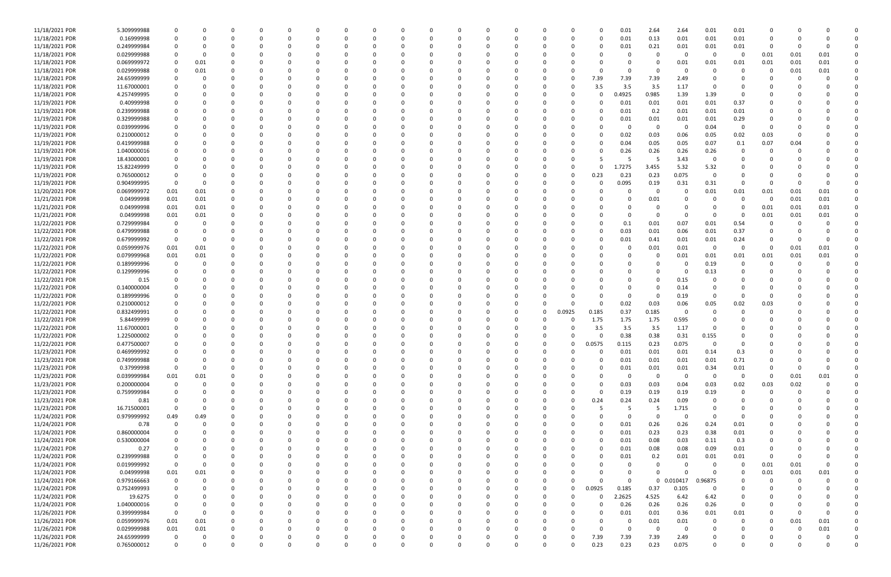| | | | | | | | | | | | | | | | | | | | | | | | | | | | | | | | | |
|---|---|---|---|---|---|---|---|---|---|---|---|---|---|---|---|---|---|---|---|---|---|---|---|---|---|---|---|---|---|---|---|---|
| 11/18/2021 PDR | 5.309999988 | 0 | 0 | 0 | 0 | 0 | 0 | 0 | 0 | 0 | 0 | 0 | 0 | 0 | 0 | 0 | 0 | 0 | 0 | 0 | 0 | 0 | 0.01 | 2.64 | 2.64 | 0.01 | 0.01 | 0 | 0 | 0 | 0 | 0 | 0 |
| 11/18/2021 PDR | 0.16999998 | 0 | 0 | 0 | 0 | 0 | 0 | 0 | 0 | 0 | 0 | 0 | 0 | 0 | 0 | 0 | 0 | 0 | 0 | 0 | 0 | 0 | 0.01 | 0.13 | 0.01 | 0.01 | 0.01 | 0 | 0 | 0 | 0 | 0 | 0 |
| 11/18/2021 PDR | 0.249999984 | 0 | 0 | 0 | 0 | 0 | 0 | 0 | 0 | 0 | 0 | 0 | 0 | 0 | 0 | 0 | 0 | 0 | 0 | 0 | 0 | 0 | 0.01 | 0.21 | 0.01 | 0.01 | 0.01 | 0 | 0 | 0 | 0 | 0 | 0 |
| 11/18/2021 PDR | 0.029999988 | 0 | 0 | 0 | 0 | 0 | 0 | 0 | 0 | 0 | 0 | 0 | 0 | 0 | 0 | 0 | 0 | 0 | 0 | 0 | 0 | 0 | 0 | 0 | 0 | 0 | 0 | 0 | 0 | 0.01 | 0.01 | 0.01 | 0 |
| 11/18/2021 PDR | 0.069999972 | 0 | 0.01 | 0 | 0 | 0 | 0 | 0 | 0 | 0 | 0 | 0 | 0 | 0 | 0 | 0 | 0 | 0 | 0 | 0 | 0 | 0 | 0 | 0 | 0 | 0 | 0.01 | 0.01 | 0.01 | 0.01 | 0.01 | 0.01 | 0 |
| 11/18/2021 PDR | 0.029999988 | 0 | 0.01 | 0 | 0 | 0 | 0 | 0 | 0 | 0 | 0 | 0 | 0 | 0 | 0 | 0 | 0 | 0 | 0 | 0 | 0 | 0 | 0 | 0 | 0 | 0 | 0 | 0 | 0 | 0 | 0.01 | 0.01 | 0 |
| 11/18/2021 PDR | 24.65999999 | 0 | 0 | 0 | 0 | 0 | 0 | 0 | 0 | 0 | 0 | 0 | 0 | 0 | 0 | 0 | 0 | 0 | 0 | 0 | 0 | 7.39 | 7.39 | 7.39 | 2.49 | 0 | 0 | 0 | 0 | 0 | 0 | 0 | 0 |
| 11/18/2021 PDR | 11.67000001 | 0 | 0 | 0 | 0 | 0 | 0 | 0 | 0 | 0 | 0 | 0 | 0 | 0 | 0 | 0 | 0 | 0 | 0 | 0 | 0 | 3.5 | 3.5 | 3.5 | 1.17 | 0 | 0 | 0 | 0 | 0 | 0 | 0 | 0 |
| 11/18/2021 PDR | 4.257499995 | 0 | 0 | 0 | 0 | 0 | 0 | 0 | 0 | 0 | 0 | 0 | 0 | 0 | 0 | 0 | 0 | 0 | 0 | 0 | 0 | 0 | 0.4925 | 0.985 | 1.39 | 1.39 | 0 | 0 | 0 | 0 | 0 | 0 | 0 |
| 11/19/2021 PDR | 0.40999998 | 0 | 0 | 0 | 0 | 0 | 0 | 0 | 0 | 0 | 0 | 0 | 0 | 0 | 0 | 0 | 0 | 0 | 0 | 0 | 0 | 0 | 0.01 | 0.01 | 0.01 | 0.01 | 0.37 | 0 | 0 | 0 | 0 | 0 | 0 |
| 11/19/2021 PDR | 0.239999988 | 0 | 0 | 0 | 0 | 0 | 0 | 0 | 0 | 0 | 0 | 0 | 0 | 0 | 0 | 0 | 0 | 0 | 0 | 0 | 0 | 0 | 0.01 | 0.2 | 0.01 | 0.01 | 0.01 | 0 | 0 | 0 | 0 | 0 | 0 |
| 11/19/2021 PDR | 0.329999988 | 0 | 0 | 0 | 0 | 0 | 0 | 0 | 0 | 0 | 0 | 0 | 0 | 0 | 0 | 0 | 0 | 0 | 0 | 0 | 0 | 0 | 0.01 | 0.01 | 0.01 | 0.01 | 0.29 | 0 | 0 | 0 | 0 | 0 | 0 |
| 11/19/2021 PDR | 0.039999996 | 0 | 0 | 0 | 0 | 0 | 0 | 0 | 0 | 0 | 0 | 0 | 0 | 0 | 0 | 0 | 0 | 0 | 0 | 0 | 0 | 0 | 0 | 0 | 0 | 0.04 | 0 | 0 | 0 | 0 | 0 | 0 | 0 |
| 11/19/2021 PDR | 0.210000012 | 0 | 0 | 0 | 0 | 0 | 0 | 0 | 0 | 0 | 0 | 0 | 0 | 0 | 0 | 0 | 0 | 0 | 0 | 0 | 0 | 0 | 0.02 | 0.03 | 0.06 | 0.05 | 0.02 | 0.03 | 0 | 0 | 0 | 0 | 0 |
| 11/19/2021 PDR | 0.419999988 | 0 | 0 | 0 | 0 | 0 | 0 | 0 | 0 | 0 | 0 | 0 | 0 | 0 | 0 | 0 | 0 | 0 | 0 | 0 | 0 | 0 | 0.04 | 0.05 | 0.05 | 0.07 | 0.1 | 0.07 | 0.04 | 0 | 0 | 0 | 0 |
| 11/19/2021 PDR | 1.040000016 | 0 | 0 | 0 | 0 | 0 | 0 | 0 | 0 | 0 | 0 | 0 | 0 | 0 | 0 | 0 | 0 | 0 | 0 | 0 | 0 | 0 | 0.26 | 0.26 | 0.26 | 0.26 | 0 | 0 | 0 | 0 | 0 | 0 | 0 |
| 11/19/2021 PDR | 18.43000001 | 0 | 0 | 0 | 0 | 0 | 0 | 0 | 0 | 0 | 0 | 0 | 0 | 0 | 0 | 0 | 0 | 0 | 0 | 0 | 0 | 5 | 5 | 5 | 3.43 | 0 | 0 | 0 | 0 | 0 | 0 | 0 | 0 |
| 11/19/2021 PDR | 15.82249999 | 0 | 0 | 0 | 0 | 0 | 0 | 0 | 0 | 0 | 0 | 0 | 0 | 0 | 0 | 0 | 0 | 0 | 0 | 0 | 0 | 0 | 1.7275 | 3.455 | 5.32 | 5.32 | 0 | 0 | 0 | 0 | 0 | 0 | 0 |
| 11/19/2021 PDR | 0.765000012 | 0 | 0 | 0 | 0 | 0 | 0 | 0 | 0 | 0 | 0 | 0 | 0 | 0 | 0 | 0 | 0 | 0 | 0 | 0 | 0 | 0.23 | 0.23 | 0.23 | 0.075 | 0 | 0 | 0 | 0 | 0 | 0 | 0 | 0 |
| 11/19/2021 PDR | 0.904999995 | 0 | 0 | 0 | 0 | 0 | 0 | 0 | 0 | 0 | 0 | 0 | 0 | 0 | 0 | 0 | 0 | 0 | 0 | 0 | 0 | 0 | 0.095 | 0.19 | 0.31 | 0.31 | 0 | 0 | 0 | 0 | 0 | 0 | 0 |
| 11/20/2021 PDR | 0.069999972 | 0.01 | 0.01 | 0 | 0 | 0 | 0 | 0 | 0 | 0 | 0 | 0 | 0 | 0 | 0 | 0 | 0 | 0 | 0 | 0 | 0 | 0 | 0 | 0 | 0 | 0 | 0 | 0.01 | 0.01 | 0.01 | 0.01 | 0.01 | 0 |
| 11/21/2021 PDR | 0.04999998 | 0.01 | 0.01 | 0 | 0 | 0 | 0 | 0 | 0 | 0 | 0 | 0 | 0 | 0 | 0 | 0 | 0 | 0 | 0 | 0 | 0 | 0 | 0 | 0.01 | 0 | 0 | 0 | 0 | 0 | 0 | 0.01 | 0.01 | 0 |
| 11/21/2021 PDR | 0.04999998 | 0.01 | 0.01 | 0 | 0 | 0 | 0 | 0 | 0 | 0 | 0 | 0 | 0 | 0 | 0 | 0 | 0 | 0 | 0 | 0 | 0 | 0 | 0 | 0 | 0 | 0 | 0 | 0 | 0 | 0.01 | 0.01 | 0.01 | 0 |
| 11/21/2021 PDR | 0.04999998 | 0.01 | 0.01 | 0 | 0 | 0 | 0 | 0 | 0 | 0 | 0 | 0 | 0 | 0 | 0 | 0 | 0 | 0 | 0 | 0 | 0 | 0 | 0 | 0 | 0 | 0 | 0 | 0 | 0.01 | 0.01 | 0.01 | 0 | 0 |
| 11/22/2021 PDR | 0.729999984 | 0 | 0 | 0 | 0 | 0 | 0 | 0 | 0 | 0 | 0 | 0 | 0 | 0 | 0 | 0 | 0 | 0 | 0 | 0 | 0 | 0 | 0.1 | 0.01 | 0.07 | 0.01 | 0.54 | 0 | 0 | 0 | 0 | 0 | 0 |
| 11/22/2021 PDR | 0.479999988 | 0 | 0 | 0 | 0 | 0 | 0 | 0 | 0 | 0 | 0 | 0 | 0 | 0 | 0 | 0 | 0 | 0 | 0 | 0 | 0 | 0 | 0.03 | 0.01 | 0.06 | 0.01 | 0.37 | 0 | 0 | 0 | 0 | 0 | 0 |
| 11/22/2021 PDR | 0.679999992 | 0 | 0 | 0 | 0 | 0 | 0 | 0 | 0 | 0 | 0 | 0 | 0 | 0 | 0 | 0 | 0 | 0 | 0 | 0 | 0 | 0 | 0.01 | 0.41 | 0.01 | 0.01 | 0.24 | 0 | 0 | 0 | 0 | 0 | 0 |
| 11/22/2021 PDR | 0.059999976 | 0.01 | 0.01 | 0 | 0 | 0 | 0 | 0 | 0 | 0 | 0 | 0 | 0 | 0 | 0 | 0 | 0 | 0 | 0 | 0 | 0 | 0 | 0 | 0.01 | 0.01 | 0 | 0 | 0 | 0 | 0 | 0.01 | 0.01 | 0 |
| 11/22/2021 PDR | 0.079999968 | 0.01 | 0.01 | 0 | 0 | 0 | 0 | 0 | 0 | 0 | 0 | 0 | 0 | 0 | 0 | 0 | 0 | 0 | 0 | 0 | 0 | 0 | 0 | 0 | 0 | 0 | 0.01 | 0.01 | 0.01 | 0.01 | 0.01 | 0.01 | 0 |
| 11/22/2021 PDR | 0.189999996 | 0 | 0 | 0 | 0 | 0 | 0 | 0 | 0 | 0 | 0 | 0 | 0 | 0 | 0 | 0 | 0 | 0 | 0 | 0 | 0 | 0 | 0 | 0 | 0 | 0.19 | 0 | 0 | 0 | 0 | 0 | 0 | 0 |
| 11/22/2021 PDR | 0.129999996 | 0 | 0 | 0 | 0 | 0 | 0 | 0 | 0 | 0 | 0 | 0 | 0 | 0 | 0 | 0 | 0 | 0 | 0 | 0 | 0 | 0 | 0 | 0 | 0 | 0.13 | 0 | 0 | 0 | 0 | 0 | 0 | 0 |
| 11/22/2021 PDR | 0.15 | 0 | 0 | 0 | 0 | 0 | 0 | 0 | 0 | 0 | 0 | 0 | 0 | 0 | 0 | 0 | 0 | 0 | 0 | 0 | 0 | 0 | 0 | 0 | 0.15 | 0 | 0 | 0 | 0 | 0 | 0 | 0 | 0 |
| 11/22/2021 PDR | 0.140000004 | 0 | 0 | 0 | 0 | 0 | 0 | 0 | 0 | 0 | 0 | 0 | 0 | 0 | 0 | 0 | 0 | 0 | 0 | 0 | 0 | 0 | 0 | 0 | 0.14 | 0 | 0 | 0 | 0 | 0 | 0 | 0 | 0 |
| 11/22/2021 PDR | 0.189999996 | 0 | 0 | 0 | 0 | 0 | 0 | 0 | 0 | 0 | 0 | 0 | 0 | 0 | 0 | 0 | 0 | 0 | 0 | 0 | 0 | 0 | 0 | 0 | 0.19 | 0 | 0 | 0 | 0 | 0 | 0 | 0 | 0 |
| 11/22/2021 PDR | 0.210000012 | 0 | 0 | 0 | 0 | 0 | 0 | 0 | 0 | 0 | 0 | 0 | 0 | 0 | 0 | 0 | 0 | 0 | 0 | 0 | 0 | 0 | 0.02 | 0.03 | 0.06 | 0.05 | 0.02 | 0.03 | 0 | 0 | 0 | 0 | 0 |
| 11/22/2021 PDR | 0.832499991 | 0 | 0 | 0 | 0 | 0 | 0 | 0 | 0 | 0 | 0 | 0 | 0 | 0 | 0 | 0 | 0 | 0 | 0 | 0 | 0.0925 | 0.185 | 0.37 | 0.185 | 0 | 0 | 0 | 0 | 0 | 0 | 0 | 0 | 0 |
| 11/22/2021 PDR | 5.84499999 | 0 | 0 | 0 | 0 | 0 | 0 | 0 | 0 | 0 | 0 | 0 | 0 | 0 | 0 | 0 | 0 | 0 | 0 | 0 | 0 | 1.75 | 1.75 | 1.75 | 0.595 | 0 | 0 | 0 | 0 | 0 | 0 | 0 | 0 |
| 11/22/2021 PDR | 11.67000001 | 0 | 0 | 0 | 0 | 0 | 0 | 0 | 0 | 0 | 0 | 0 | 0 | 0 | 0 | 0 | 0 | 0 | 0 | 0 | 0 | 3.5 | 3.5 | 3.5 | 1.17 | 0 | 0 | 0 | 0 | 0 | 0 | 0 | 0 |
| 11/22/2021 PDR | 1.225000002 | 0 | 0 | 0 | 0 | 0 | 0 | 0 | 0 | 0 | 0 | 0 | 0 | 0 | 0 | 0 | 0 | 0 | 0 | 0 | 0 | 0 | 0.38 | 0.38 | 0.31 | 0.155 | 0 | 0 | 0 | 0 | 0 | 0 | 0 |
| 11/22/2021 PDR | 0.477500007 | 0 | 0 | 0 | 0 | 0 | 0 | 0 | 0 | 0 | 0 | 0 | 0 | 0 | 0 | 0 | 0 | 0 | 0 | 0 | 0 | 0.0575 | 0.115 | 0.23 | 0.075 | 0 | 0 | 0 | 0 | 0 | 0 | 0 | 0 |
| 11/23/2021 PDR | 0.469999992 | 0 | 0 | 0 | 0 | 0 | 0 | 0 | 0 | 0 | 0 | 0 | 0 | 0 | 0 | 0 | 0 | 0 | 0 | 0 | 0 | 0 | 0.01 | 0.01 | 0.01 | 0.14 | 0.3 | 0 | 0 | 0 | 0 | 0 | 0 |
| 11/23/2021 PDR | 0.749999988 | 0 | 0 | 0 | 0 | 0 | 0 | 0 | 0 | 0 | 0 | 0 | 0 | 0 | 0 | 0 | 0 | 0 | 0 | 0 | 0 | 0 | 0.01 | 0.01 | 0.01 | 0.01 | 0.71 | 0 | 0 | 0 | 0 | 0 | 0 |
| 11/23/2021 PDR | 0.37999998 | 0 | 0 | 0 | 0 | 0 | 0 | 0 | 0 | 0 | 0 | 0 | 0 | 0 | 0 | 0 | 0 | 0 | 0 | 0 | 0 | 0 | 0.01 | 0.01 | 0.01 | 0.34 | 0.01 | 0 | 0 | 0 | 0 | 0 | 0 |
| 11/23/2021 PDR | 0.039999984 | 0.01 | 0.01 | 0 | 0 | 0 | 0 | 0 | 0 | 0 | 0 | 0 | 0 | 0 | 0 | 0 | 0 | 0 | 0 | 0 | 0 | 0 | 0 | 0 | 0 | 0 | 0 | 0 | 0 | 0 | 0.01 | 0.01 | 0 |
| 11/23/2021 PDR | 0.200000004 | 0 | 0 | 0 | 0 | 0 | 0 | 0 | 0 | 0 | 0 | 0 | 0 | 0 | 0 | 0 | 0 | 0 | 0 | 0 | 0 | 0 | 0.03 | 0.03 | 0.04 | 0.03 | 0.02 | 0.03 | 0.02 | 0 | 0 | 0 | 0 |
| 11/23/2021 PDR | 0.759999984 | 0 | 0 | 0 | 0 | 0 | 0 | 0 | 0 | 0 | 0 | 0 | 0 | 0 | 0 | 0 | 0 | 0 | 0 | 0 | 0 | 0 | 0.19 | 0.19 | 0.19 | 0.19 | 0 | 0 | 0 | 0 | 0 | 0 | 0 |
| 11/23/2021 PDR | 0.81 | 0 | 0 | 0 | 0 | 0 | 0 | 0 | 0 | 0 | 0 | 0 | 0 | 0 | 0 | 0 | 0 | 0 | 0 | 0 | 0 | 0.24 | 0.24 | 0.24 | 0.09 | 0 | 0 | 0 | 0 | 0 | 0 | 0 | 0 |
| 11/23/2021 PDR | 16.71500001 | 0 | 0 | 0 | 0 | 0 | 0 | 0 | 0 | 0 | 0 | 0 | 0 | 0 | 0 | 0 | 0 | 0 | 0 | 0 | 0 | 5 | 5 | 5 | 1.715 | 0 | 0 | 0 | 0 | 0 | 0 | 0 | 0 |
| 11/24/2021 PDR | 0.979999992 | 0.49 | 0.49 | 0 | 0 | 0 | 0 | 0 | 0 | 0 | 0 | 0 | 0 | 0 | 0 | 0 | 0 | 0 | 0 | 0 | 0 | 0 | 0 | 0 | 0 | 0 | 0 | 0 | 0 | 0 | 0 | 0 | 0 |
| 11/24/2021 PDR | 0.78 | 0 | 0 | 0 | 0 | 0 | 0 | 0 | 0 | 0 | 0 | 0 | 0 | 0 | 0 | 0 | 0 | 0 | 0 | 0 | 0 | 0 | 0.01 | 0.26 | 0.26 | 0.24 | 0.01 | 0 | 0 | 0 | 0 | 0 | 0 |
| 11/24/2021 PDR | 0.860000004 | 0 | 0 | 0 | 0 | 0 | 0 | 0 | 0 | 0 | 0 | 0 | 0 | 0 | 0 | 0 | 0 | 0 | 0 | 0 | 0 | 0 | 0.01 | 0.23 | 0.23 | 0.38 | 0.01 | 0 | 0 | 0 | 0 | 0 | 0 |
| 11/24/2021 PDR | 0.530000004 | 0 | 0 | 0 | 0 | 0 | 0 | 0 | 0 | 0 | 0 | 0 | 0 | 0 | 0 | 0 | 0 | 0 | 0 | 0 | 0 | 0 | 0.01 | 0.08 | 0.03 | 0.11 | 0.3 | 0 | 0 | 0 | 0 | 0 | 0 |
| 11/24/2021 PDR | 0.27 | 0 | 0 | 0 | 0 | 0 | 0 | 0 | 0 | 0 | 0 | 0 | 0 | 0 | 0 | 0 | 0 | 0 | 0 | 0 | 0 | 0 | 0.01 | 0.08 | 0.08 | 0.09 | 0.01 | 0 | 0 | 0 | 0 | 0 | 0 |
| 11/24/2021 PDR | 0.239999988 | 0 | 0 | 0 | 0 | 0 | 0 | 0 | 0 | 0 | 0 | 0 | 0 | 0 | 0 | 0 | 0 | 0 | 0 | 0 | 0 | 0 | 0.01 | 0.2 | 0.01 | 0.01 | 0.01 | 0 | 0 | 0 | 0 | 0 | 0 |
| 11/24/2021 PDR | 0.019999992 | 0 | 0 | 0 | 0 | 0 | 0 | 0 | 0 | 0 | 0 | 0 | 0 | 0 | 0 | 0 | 0 | 0 | 0 | 0 | 0 | 0 | 0 | 0 | 0 | 0 | 0 | 0.01 | 0.01 | 0 | 0 | 0 | 0 |
| 11/24/2021 PDR | 0.04999998 | 0.01 | 0.01 | 0 | 0 | 0 | 0 | 0 | 0 | 0 | 0 | 0 | 0 | 0 | 0 | 0 | 0 | 0 | 0 | 0 | 0 | 0 | 0 | 0 | 0 | 0 | 0 | 0.01 | 0.01 | 0.01 | 0 | 0 | 0 |
| 11/24/2021 PDR | 0.979166663 | 0 | 0 | 0 | 0 | 0 | 0 | 0 | 0 | 0 | 0 | 0 | 0 | 0 | 0 | 0 | 0 | 0 | 0 | 0 | 0 | 0 | 0 | 0 | 0.010417 | 0.96875 | 0 | 0 | 0 | 0 | 0 | 0 | 0 |
| 11/24/2021 PDR | 0.752499993 | 0 | 0 | 0 | 0 | 0 | 0 | 0 | 0 | 0 | 0 | 0 | 0 | 0 | 0 | 0 | 0 | 0 | 0 | 0 | 0 | 0.0925 | 0.185 | 0.37 | 0.105 | 0 | 0 | 0 | 0 | 0 | 0 | 0 | 0 |
| 11/24/2021 PDR | 19.6275 | 0 | 0 | 0 | 0 | 0 | 0 | 0 | 0 | 0 | 0 | 0 | 0 | 0 | 0 | 0 | 0 | 0 | 0 | 0 | 0 | 0 | 2.2625 | 4.525 | 6.42 | 6.42 | 0 | 0 | 0 | 0 | 0 | 0 | 0 |
| 11/24/2021 PDR | 1.040000016 | 0 | 0 | 0 | 0 | 0 | 0 | 0 | 0 | 0 | 0 | 0 | 0 | 0 | 0 | 0 | 0 | 0 | 0 | 0 | 0 | 0 | 0.26 | 0.26 | 0.26 | 0.26 | 0 | 0 | 0 | 0 | 0 | 0 | 0 |
| 11/26/2021 PDR | 0.399999984 | 0 | 0 | 0 | 0 | 0 | 0 | 0 | 0 | 0 | 0 | 0 | 0 | 0 | 0 | 0 | 0 | 0 | 0 | 0 | 0 | 0 | 0.01 | 0.01 | 0.36 | 0.01 | 0.01 | 0 | 0 | 0 | 0 | 0 | 0 |
| 11/26/2021 PDR | 0.059999976 | 0.01 | 0.01 | 0 | 0 | 0 | 0 | 0 | 0 | 0 | 0 | 0 | 0 | 0 | 0 | 0 | 0 | 0 | 0 | 0 | 0 | 0 | 0 | 0.01 | 0.01 | 0 | 0 | 0 | 0 | 0 | 0.01 | 0.01 | 0 |
| 11/26/2021 PDR | 0.029999988 | 0.01 | 0.01 | 0 | 0 | 0 | 0 | 0 | 0 | 0 | 0 | 0 | 0 | 0 | 0 | 0 | 0 | 0 | 0 | 0 | 0 | 0 | 0 | 0 | 0 | 0 | 0 | 0 | 0 | 0 | 0 | 0.01 | 0 |
| 11/26/2021 PDR | 24.65999999 | 0 | 0 | 0 | 0 | 0 | 0 | 0 | 0 | 0 | 0 | 0 | 0 | 0 | 0 | 0 | 0 | 0 | 0 | 0 | 0 | 7.39 | 7.39 | 7.39 | 2.49 | 0 | 0 | 0 | 0 | 0 | 0 | 0 | 0 |
| 11/26/2021 PDR | 0.765000012 | 0 | 0 | 0 | 0 | 0 | 0 | 0 | 0 | 0 | 0 | 0 | 0 | 0 | 0 | 0 | 0 | 0 | 0 | 0 | 0 | 0.23 | 0.23 | 0.23 | 0.075 | 0 | 0 | 0 | 0 | 0 | 0 | 0 | 0 |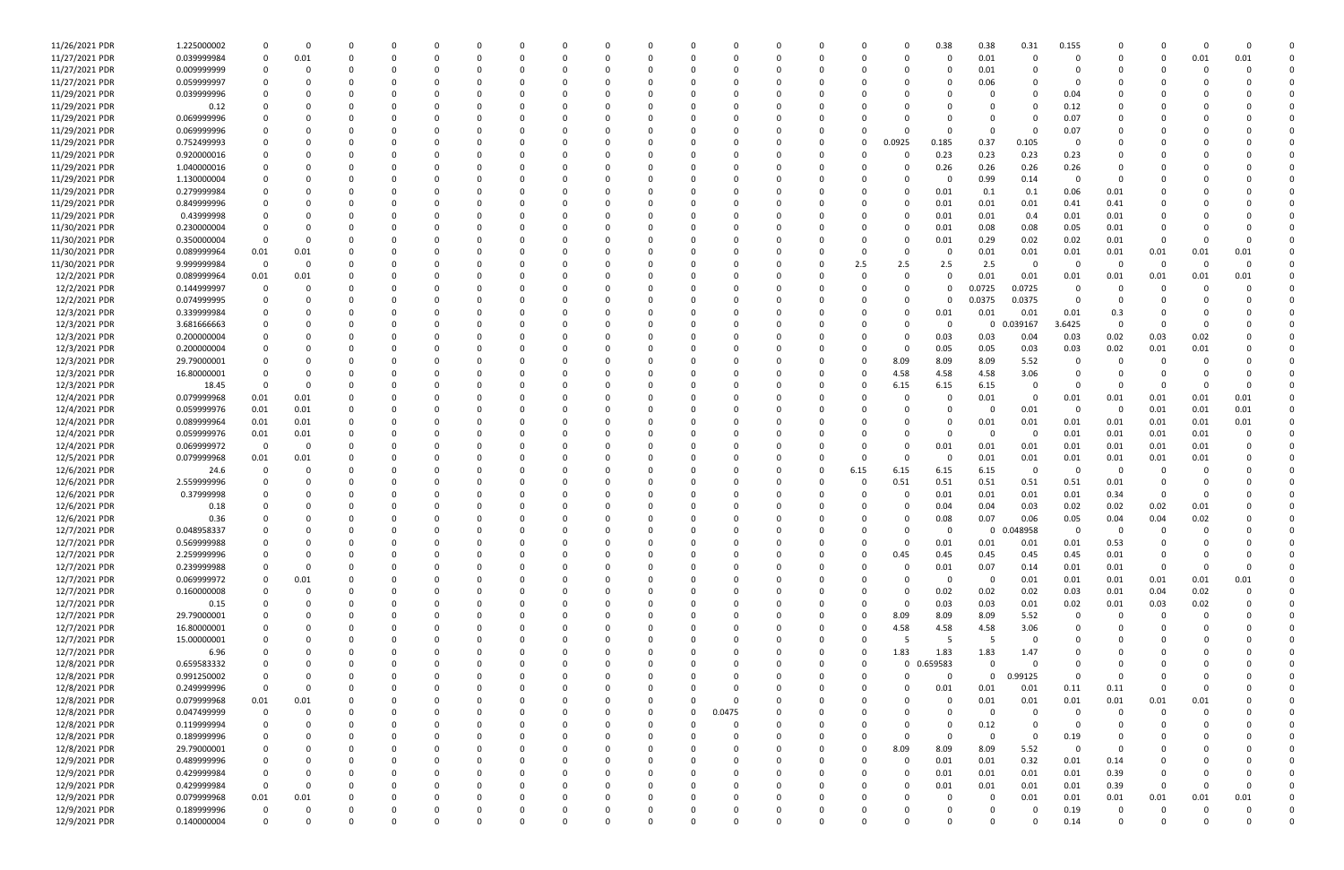| | | | | | | | | | | | | | | | | | | | | | | | | | | | |
|---|---|---|---|---|---|---|---|---|---|---|---|---|---|---|---|---|---|---|---|---|---|---|---|---|---|---|---|
| 11/26/2021 PDR | 1.225000002 | 0 | 0 | 0 | 0 | 0 | 0 | 0 | 0 | 0 | 0 | 0 | 0 | 0 | 0 | 0 | 0 | 0 | 0.38 | 0.38 | 0.31 | 0.155 | 0 | 0 | 0 | 0 | 0 |
| 11/27/2021 PDR | 0.039999984 | 0 | 0.01 | 0 | 0 | 0 | 0 | 0 | 0 | 0 | 0 | 0 | 0 | 0 | 0 | 0 | 0 | 0 | 0 | 0.01 | 0 | 0 | 0 | 0 | 0.01 | 0.01 | 0 |
| 11/27/2021 PDR | 0.009999999 | 0 | 0 | 0 | 0 | 0 | 0 | 0 | 0 | 0 | 0 | 0 | 0 | 0 | 0 | 0 | 0 | 0 | 0 | 0.01 | 0 | 0 | 0 | 0 | 0 | 0 | 0 |
| 11/27/2021 PDR | 0.059999997 | 0 | 0 | 0 | 0 | 0 | 0 | 0 | 0 | 0 | 0 | 0 | 0 | 0 | 0 | 0 | 0 | 0 | 0 | 0.06 | 0 | 0 | 0 | 0 | 0 | 0 | 0 |
| 11/29/2021 PDR | 0.039999996 | 0 | 0 | 0 | 0 | 0 | 0 | 0 | 0 | 0 | 0 | 0 | 0 | 0 | 0 | 0 | 0 | 0 | 0 | 0 | 0 | 0.04 | 0 | 0 | 0 | 0 | 0 |
| 11/29/2021 PDR | 0.12 | 0 | 0 | 0 | 0 | 0 | 0 | 0 | 0 | 0 | 0 | 0 | 0 | 0 | 0 | 0 | 0 | 0 | 0 | 0 | 0 | 0.12 | 0 | 0 | 0 | 0 | 0 |
| 11/29/2021 PDR | 0.069999996 | 0 | 0 | 0 | 0 | 0 | 0 | 0 | 0 | 0 | 0 | 0 | 0 | 0 | 0 | 0 | 0 | 0 | 0 | 0 | 0 | 0.07 | 0 | 0 | 0 | 0 | 0 |
| 11/29/2021 PDR | 0.069999996 | 0 | 0 | 0 | 0 | 0 | 0 | 0 | 0 | 0 | 0 | 0 | 0 | 0 | 0 | 0 | 0 | 0 | 0 | 0 | 0 | 0.07 | 0 | 0 | 0 | 0 | 0 |
| 11/29/2021 PDR | 0.752499993 | 0 | 0 | 0 | 0 | 0 | 0 | 0 | 0 | 0 | 0 | 0 | 0 | 0 | 0 | 0 | 0 | 0.0925 | 0.185 | 0.37 | 0.105 | 0 | 0 | 0 | 0 | 0 | 0 |
| 11/29/2021 PDR | 0.920000016 | 0 | 0 | 0 | 0 | 0 | 0 | 0 | 0 | 0 | 0 | 0 | 0 | 0 | 0 | 0 | 0 | 0 | 0.23 | 0.23 | 0.23 | 0.23 | 0 | 0 | 0 | 0 | 0 |
| 11/29/2021 PDR | 1.040000016 | 0 | 0 | 0 | 0 | 0 | 0 | 0 | 0 | 0 | 0 | 0 | 0 | 0 | 0 | 0 | 0 | 0 | 0.26 | 0.26 | 0.26 | 0.26 | 0 | 0 | 0 | 0 | 0 |
| 11/29/2021 PDR | 1.130000004 | 0 | 0 | 0 | 0 | 0 | 0 | 0 | 0 | 0 | 0 | 0 | 0 | 0 | 0 | 0 | 0 | 0 | 0 | 0.99 | 0.14 | 0 | 0 | 0 | 0 | 0 | 0 |
| 11/29/2021 PDR | 0.279999984 | 0 | 0 | 0 | 0 | 0 | 0 | 0 | 0 | 0 | 0 | 0 | 0 | 0 | 0 | 0 | 0 | 0 | 0.01 | 0.1 | 0.1 | 0.06 | 0.01 | 0 | 0 | 0 | 0 |
| 11/29/2021 PDR | 0.849999996 | 0 | 0 | 0 | 0 | 0 | 0 | 0 | 0 | 0 | 0 | 0 | 0 | 0 | 0 | 0 | 0 | 0 | 0.01 | 0.01 | 0.01 | 0.41 | 0.41 | 0 | 0 | 0 | 0 |
| 11/29/2021 PDR | 0.43999998 | 0 | 0 | 0 | 0 | 0 | 0 | 0 | 0 | 0 | 0 | 0 | 0 | 0 | 0 | 0 | 0 | 0 | 0.01 | 0.01 | 0.4 | 0.01 | 0.01 | 0 | 0 | 0 | 0 |
| 11/30/2021 PDR | 0.230000004 | 0 | 0 | 0 | 0 | 0 | 0 | 0 | 0 | 0 | 0 | 0 | 0 | 0 | 0 | 0 | 0 | 0 | 0.01 | 0.08 | 0.08 | 0.05 | 0.01 | 0 | 0 | 0 | 0 |
| 11/30/2021 PDR | 0.350000004 | 0 | 0 | 0 | 0 | 0 | 0 | 0 | 0 | 0 | 0 | 0 | 0 | 0 | 0 | 0 | 0 | 0 | 0.01 | 0.29 | 0.02 | 0.02 | 0.01 | 0 | 0 | 0 | 0 |
| 11/30/2021 PDR | 0.089999964 | 0.01 | 0.01 | 0 | 0 | 0 | 0 | 0 | 0 | 0 | 0 | 0 | 0 | 0 | 0 | 0 | 0 | 0 | 0 | 0.01 | 0.01 | 0.01 | 0.01 | 0.01 | 0.01 | 0.01 | 0 |
| 11/30/2021 PDR | 9.999999984 | 0 | 0 | 0 | 0 | 0 | 0 | 0 | 0 | 0 | 0 | 0 | 0 | 0 | 0 | 0 | 2.5 | 2.5 | 2.5 | 2.5 | 0 | 0 | 0 | 0 | 0 | 0 | 0 |
| 12/2/2021 PDR | 0.089999964 | 0.01 | 0.01 | 0 | 0 | 0 | 0 | 0 | 0 | 0 | 0 | 0 | 0 | 0 | 0 | 0 | 0 | 0 | 0 | 0.01 | 0.01 | 0.01 | 0.01 | 0.01 | 0.01 | 0.01 | 0 |
| 12/2/2021 PDR | 0.144999997 | 0 | 0 | 0 | 0 | 0 | 0 | 0 | 0 | 0 | 0 | 0 | 0 | 0 | 0 | 0 | 0 | 0 | 0 | 0.0725 | 0.0725 | 0 | 0 | 0 | 0 | 0 | 0 |
| 12/2/2021 PDR | 0.074999995 | 0 | 0 | 0 | 0 | 0 | 0 | 0 | 0 | 0 | 0 | 0 | 0 | 0 | 0 | 0 | 0 | 0 | 0 | 0.0375 | 0.0375 | 0 | 0 | 0 | 0 | 0 | 0 |
| 12/3/2021 PDR | 0.339999984 | 0 | 0 | 0 | 0 | 0 | 0 | 0 | 0 | 0 | 0 | 0 | 0 | 0 | 0 | 0 | 0 | 0 | 0.01 | 0.01 | 0.01 | 0.01 | 0.3 | 0 | 0 | 0 | 0 |
| 12/3/2021 PDR | 3.681666663 | 0 | 0 | 0 | 0 | 0 | 0 | 0 | 0 | 0 | 0 | 0 | 0 | 0 | 0 | 0 | 0 | 0 | 0 | 0 | 0.039167 | 3.6425 | 0 | 0 | 0 | 0 | 0 |
| 12/3/2021 PDR | 0.200000004 | 0 | 0 | 0 | 0 | 0 | 0 | 0 | 0 | 0 | 0 | 0 | 0 | 0 | 0 | 0 | 0 | 0 | 0.03 | 0.03 | 0.04 | 0.03 | 0.02 | 0.03 | 0.02 | 0 | 0 |
| 12/3/2021 PDR | 0.200000004 | 0 | 0 | 0 | 0 | 0 | 0 | 0 | 0 | 0 | 0 | 0 | 0 | 0 | 0 | 0 | 0 | 0 | 0.05 | 0.05 | 0.03 | 0.03 | 0.02 | 0.01 | 0.01 | 0 | 0 |
| 12/3/2021 PDR | 29.79000001 | 0 | 0 | 0 | 0 | 0 | 0 | 0 | 0 | 0 | 0 | 0 | 0 | 0 | 0 | 0 | 0 | 8.09 | 8.09 | 8.09 | 5.52 | 0 | 0 | 0 | 0 | 0 | 0 |
| 12/3/2021 PDR | 16.80000001 | 0 | 0 | 0 | 0 | 0 | 0 | 0 | 0 | 0 | 0 | 0 | 0 | 0 | 0 | 0 | 0 | 4.58 | 4.58 | 4.58 | 3.06 | 0 | 0 | 0 | 0 | 0 | 0 |
| 12/3/2021 PDR | 18.45 | 0 | 0 | 0 | 0 | 0 | 0 | 0 | 0 | 0 | 0 | 0 | 0 | 0 | 0 | 0 | 0 | 6.15 | 6.15 | 6.15 | 0 | 0 | 0 | 0 | 0 | 0 | 0 |
| 12/4/2021 PDR | 0.079999968 | 0.01 | 0.01 | 0 | 0 | 0 | 0 | 0 | 0 | 0 | 0 | 0 | 0 | 0 | 0 | 0 | 0 | 0 | 0 | 0.01 | 0 | 0.01 | 0.01 | 0.01 | 0.01 | 0.01 | 0 |
| 12/4/2021 PDR | 0.059999976 | 0.01 | 0.01 | 0 | 0 | 0 | 0 | 0 | 0 | 0 | 0 | 0 | 0 | 0 | 0 | 0 | 0 | 0 | 0 | 0 | 0.01 | 0 | 0 | 0.01 | 0.01 | 0.01 | 0 |
| 12/4/2021 PDR | 0.089999964 | 0.01 | 0.01 | 0 | 0 | 0 | 0 | 0 | 0 | 0 | 0 | 0 | 0 | 0 | 0 | 0 | 0 | 0 | 0 | 0.01 | 0.01 | 0.01 | 0.01 | 0.01 | 0.01 | 0.01 | 0 |
| 12/4/2021 PDR | 0.059999976 | 0.01 | 0.01 | 0 | 0 | 0 | 0 | 0 | 0 | 0 | 0 | 0 | 0 | 0 | 0 | 0 | 0 | 0 | 0 | 0 | 0 | 0.01 | 0.01 | 0.01 | 0.01 | 0 | 0 |
| 12/4/2021 PDR | 0.069999972 | 0 | 0 | 0 | 0 | 0 | 0 | 0 | 0 | 0 | 0 | 0 | 0 | 0 | 0 | 0 | 0 | 0 | 0.01 | 0.01 | 0.01 | 0.01 | 0.01 | 0.01 | 0.01 | 0 | 0 |
| 12/5/2021 PDR | 0.079999968 | 0.01 | 0.01 | 0 | 0 | 0 | 0 | 0 | 0 | 0 | 0 | 0 | 0 | 0 | 0 | 0 | 0 | 0 | 0 | 0.01 | 0.01 | 0.01 | 0.01 | 0.01 | 0.01 | 0 | 0 |
| 12/6/2021 PDR | 24.6 | 0 | 0 | 0 | 0 | 0 | 0 | 0 | 0 | 0 | 0 | 0 | 0 | 0 | 0 | 0 | 6.15 | 6.15 | 6.15 | 6.15 | 0 | 0 | 0 | 0 | 0 | 0 | 0 |
| 12/6/2021 PDR | 2.559999996 | 0 | 0 | 0 | 0 | 0 | 0 | 0 | 0 | 0 | 0 | 0 | 0 | 0 | 0 | 0 | 0 | 0.51 | 0.51 | 0.51 | 0.51 | 0.51 | 0.01 | 0 | 0 | 0 | 0 |
| 12/6/2021 PDR | 0.37999998 | 0 | 0 | 0 | 0 | 0 | 0 | 0 | 0 | 0 | 0 | 0 | 0 | 0 | 0 | 0 | 0 | 0 | 0.01 | 0.01 | 0.01 | 0.01 | 0.34 | 0 | 0 | 0 | 0 |
| 12/6/2021 PDR | 0.18 | 0 | 0 | 0 | 0 | 0 | 0 | 0 | 0 | 0 | 0 | 0 | 0 | 0 | 0 | 0 | 0 | 0 | 0.04 | 0.04 | 0.03 | 0.02 | 0.02 | 0.02 | 0.01 | 0 | 0 |
| 12/6/2021 PDR | 0.36 | 0 | 0 | 0 | 0 | 0 | 0 | 0 | 0 | 0 | 0 | 0 | 0 | 0 | 0 | 0 | 0 | 0 | 0.08 | 0.07 | 0.06 | 0.05 | 0.04 | 0.04 | 0.02 | 0 | 0 |
| 12/7/2021 PDR | 0.048958337 | 0 | 0 | 0 | 0 | 0 | 0 | 0 | 0 | 0 | 0 | 0 | 0 | 0 | 0 | 0 | 0 | 0 | 0 | 0 | 0.048958 | 0 | 0 | 0 | 0 | 0 | 0 |
| 12/7/2021 PDR | 0.569999988 | 0 | 0 | 0 | 0 | 0 | 0 | 0 | 0 | 0 | 0 | 0 | 0 | 0 | 0 | 0 | 0 | 0 | 0.01 | 0.01 | 0.01 | 0.01 | 0.53 | 0 | 0 | 0 | 0 |
| 12/7/2021 PDR | 2.259999996 | 0 | 0 | 0 | 0 | 0 | 0 | 0 | 0 | 0 | 0 | 0 | 0 | 0 | 0 | 0 | 0 | 0.45 | 0.45 | 0.45 | 0.45 | 0.45 | 0.01 | 0 | 0 | 0 | 0 |
| 12/7/2021 PDR | 0.239999988 | 0 | 0 | 0 | 0 | 0 | 0 | 0 | 0 | 0 | 0 | 0 | 0 | 0 | 0 | 0 | 0 | 0 | 0.01 | 0.07 | 0.14 | 0.01 | 0.01 | 0 | 0 | 0 | 0 |
| 12/7/2021 PDR | 0.069999972 | 0 | 0.01 | 0 | 0 | 0 | 0 | 0 | 0 | 0 | 0 | 0 | 0 | 0 | 0 | 0 | 0 | 0 | 0 | 0 | 0.01 | 0.01 | 0.01 | 0.01 | 0.01 | 0.01 | 0 |
| 12/7/2021 PDR | 0.160000008 | 0 | 0 | 0 | 0 | 0 | 0 | 0 | 0 | 0 | 0 | 0 | 0 | 0 | 0 | 0 | 0 | 0 | 0.02 | 0.02 | 0.02 | 0.03 | 0.01 | 0.04 | 0.02 | 0 | 0 |
| 12/7/2021 PDR | 0.15 | 0 | 0 | 0 | 0 | 0 | 0 | 0 | 0 | 0 | 0 | 0 | 0 | 0 | 0 | 0 | 0 | 0 | 0.03 | 0.03 | 0.01 | 0.02 | 0.01 | 0.03 | 0.02 | 0 | 0 |
| 12/7/2021 PDR | 29.79000001 | 0 | 0 | 0 | 0 | 0 | 0 | 0 | 0 | 0 | 0 | 0 | 0 | 0 | 0 | 0 | 0 | 8.09 | 8.09 | 8.09 | 5.52 | 0 | 0 | 0 | 0 | 0 | 0 |
| 12/7/2021 PDR | 16.80000001 | 0 | 0 | 0 | 0 | 0 | 0 | 0 | 0 | 0 | 0 | 0 | 0 | 0 | 0 | 0 | 0 | 4.58 | 4.58 | 4.58 | 3.06 | 0 | 0 | 0 | 0 | 0 | 0 |
| 12/7/2021 PDR | 15.00000001 | 0 | 0 | 0 | 0 | 0 | 0 | 0 | 0 | 0 | 0 | 0 | 0 | 0 | 0 | 0 | 0 | 5 | 5 | 5 | 0 | 0 | 0 | 0 | 0 | 0 | 0 |
| 12/7/2021 PDR | 6.96 | 0 | 0 | 0 | 0 | 0 | 0 | 0 | 0 | 0 | 0 | 0 | 0 | 0 | 0 | 0 | 0 | 1.83 | 1.83 | 1.83 | 1.47 | 0 | 0 | 0 | 0 | 0 | 0 |
| 12/8/2021 PDR | 0.659583332 | 0 | 0 | 0 | 0 | 0 | 0 | 0 | 0 | 0 | 0 | 0 | 0 | 0 | 0 | 0 | 0 | 0 | 0.659583 | 0 | 0 | 0 | 0 | 0 | 0 | 0 | 0 |
| 12/8/2021 PDR | 0.991250002 | 0 | 0 | 0 | 0 | 0 | 0 | 0 | 0 | 0 | 0 | 0 | 0 | 0 | 0 | 0 | 0 | 0 | 0 | 0 | 0.99125 | 0 | 0 | 0 | 0 | 0 | 0 |
| 12/8/2021 PDR | 0.249999996 | 0 | 0 | 0 | 0 | 0 | 0 | 0 | 0 | 0 | 0 | 0 | 0 | 0 | 0 | 0 | 0 | 0 | 0.01 | 0.01 | 0.01 | 0.11 | 0.11 | 0 | 0 | 0 | 0 |
| 12/8/2021 PDR | 0.079999968 | 0.01 | 0.01 | 0 | 0 | 0 | 0 | 0 | 0 | 0 | 0 | 0 | 0 | 0 | 0 | 0 | 0 | 0 | 0 | 0.01 | 0.01 | 0.01 | 0.01 | 0.01 | 0.01 | 0 | 0 |
| 12/8/2021 PDR | 0.047499999 | 0 | 0 | 0 | 0 | 0 | 0 | 0 | 0 | 0 | 0 | 0 | 0.0475 | 0 | 0 | 0 | 0 | 0 | 0 | 0 | 0 | 0 | 0 | 0 | 0 | 0 | 0 |
| 12/8/2021 PDR | 0.119999994 | 0 | 0 | 0 | 0 | 0 | 0 | 0 | 0 | 0 | 0 | 0 | 0 | 0 | 0 | 0 | 0 | 0 | 0 | 0.12 | 0 | 0 | 0 | 0 | 0 | 0 | 0 |
| 12/8/2021 PDR | 0.189999996 | 0 | 0 | 0 | 0 | 0 | 0 | 0 | 0 | 0 | 0 | 0 | 0 | 0 | 0 | 0 | 0 | 0 | 0 | 0 | 0 | 0.19 | 0 | 0 | 0 | 0 | 0 |
| 12/8/2021 PDR | 29.79000001 | 0 | 0 | 0 | 0 | 0 | 0 | 0 | 0 | 0 | 0 | 0 | 0 | 0 | 0 | 0 | 0 | 8.09 | 8.09 | 8.09 | 5.52 | 0 | 0 | 0 | 0 | 0 | 0 |
| 12/9/2021 PDR | 0.489999996 | 0 | 0 | 0 | 0 | 0 | 0 | 0 | 0 | 0 | 0 | 0 | 0 | 0 | 0 | 0 | 0 | 0 | 0.01 | 0.01 | 0.32 | 0.01 | 0.14 | 0 | 0 | 0 | 0 |
| 12/9/2021 PDR | 0.429999984 | 0 | 0 | 0 | 0 | 0 | 0 | 0 | 0 | 0 | 0 | 0 | 0 | 0 | 0 | 0 | 0 | 0 | 0.01 | 0.01 | 0.01 | 0.01 | 0.39 | 0 | 0 | 0 | 0 |
| 12/9/2021 PDR | 0.429999984 | 0 | 0 | 0 | 0 | 0 | 0 | 0 | 0 | 0 | 0 | 0 | 0 | 0 | 0 | 0 | 0 | 0 | 0.01 | 0.01 | 0.01 | 0.01 | 0.39 | 0 | 0 | 0 | 0 |
| 12/9/2021 PDR | 0.079999968 | 0.01 | 0.01 | 0 | 0 | 0 | 0 | 0 | 0 | 0 | 0 | 0 | 0 | 0 | 0 | 0 | 0 | 0 | 0 | 0 | 0.01 | 0.01 | 0.01 | 0.01 | 0.01 | 0.01 | 0 |
| 12/9/2021 PDR | 0.189999996 | 0 | 0 | 0 | 0 | 0 | 0 | 0 | 0 | 0 | 0 | 0 | 0 | 0 | 0 | 0 | 0 | 0 | 0 | 0 | 0 | 0.19 | 0 | 0 | 0 | 0 | 0 |
| 12/9/2021 PDR | 0.140000004 | 0 | 0 | 0 | 0 | 0 | 0 | 0 | 0 | 0 | 0 | 0 | 0 | 0 | 0 | 0 | 0 | 0 | 0 | 0 | 0 | 0.14 | 0 | 0 | 0 | 0 | 0 |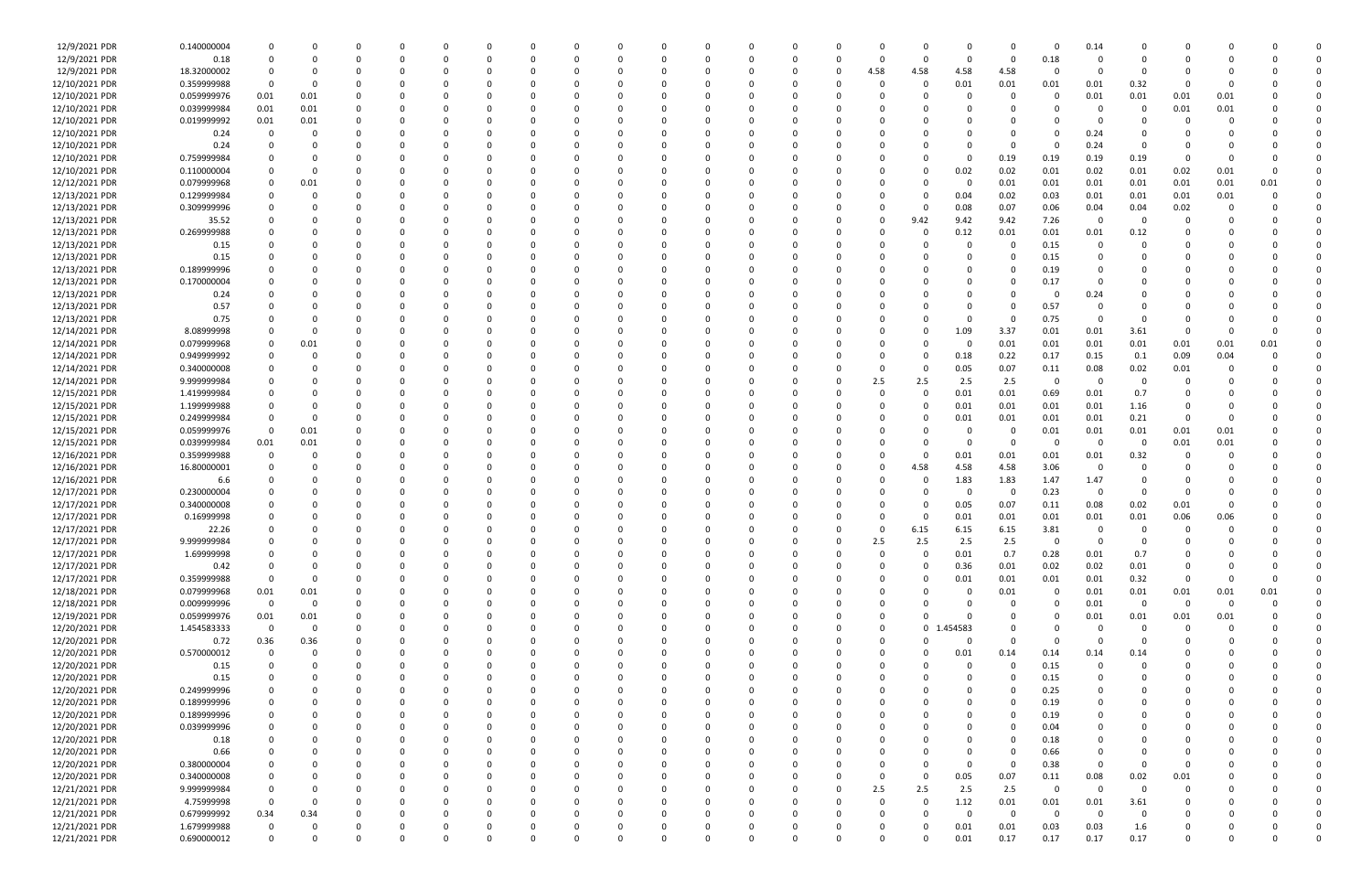| 12/9/2021 PDR | 0.140000004 | 0 | 0 | 0 | 0 | 0 | 0 | 0 | 0 | 0 | 0 | 0 | 0 | 0 | 0 | 0 | 0 | 0 | 0 | 0 | 0 | 0 | 0.14 | 0 | 0 | 0 | 0 | 0 |
|---|---|---|---|---|---|---|---|---|---|---|---|---|---|---|---|---|---|---|---|---|---|---|---|---|---|---|---|---|
| 12/9/2021 PDR | 0.18 | 0 | 0 | 0 | 0 | 0 | 0 | 0 | 0 | 0 | 0 | 0 | 0 | 0 | 0 | 0 | 0 | 0 | 0 | 0 | 0 | 0.18 | 0 | 0 | 0 | 0 | 0 | 0 |
| 12/9/2021 PDR | 18.32000002 | 0 | 0 | 0 | 0 | 0 | 0 | 0 | 0 | 0 | 0 | 0 | 0 | 0 | 0 | 0 | 0 | 4.58 | 4.58 | 4.58 | 4.58 | 0 | 0 | 0 | 0 | 0 | 0 | 0 |
| 12/10/2021 PDR | 0.359999988 | 0 | 0 | 0 | 0 | 0 | 0 | 0 | 0 | 0 | 0 | 0 | 0 | 0 | 0 | 0 | 0 | 0 | 0 | 0.01 | 0.01 | 0.01 | 0.01 | 0.32 | 0 | 0 | 0 | 0 |
| 12/10/2021 PDR | 0.059999976 | 0.01 | 0.01 | 0 | 0 | 0 | 0 | 0 | 0 | 0 | 0 | 0 | 0 | 0 | 0 | 0 | 0 | 0 | 0 | 0 | 0 | 0 | 0.01 | 0.01 | 0.01 | 0.01 | 0 | 0 |
| 12/10/2021 PDR | 0.039999984 | 0.01 | 0.01 | 0 | 0 | 0 | 0 | 0 | 0 | 0 | 0 | 0 | 0 | 0 | 0 | 0 | 0 | 0 | 0 | 0 | 0 | 0 | 0 | 0 | 0.01 | 0.01 | 0 | 0 |
| 12/10/2021 PDR | 0.019999992 | 0.01 | 0.01 | 0 | 0 | 0 | 0 | 0 | 0 | 0 | 0 | 0 | 0 | 0 | 0 | 0 | 0 | 0 | 0 | 0 | 0 | 0 | 0 | 0 | 0 | 0 | 0 | 0 |
| 12/10/2021 PDR | 0.24 | 0 | 0 | 0 | 0 | 0 | 0 | 0 | 0 | 0 | 0 | 0 | 0 | 0 | 0 | 0 | 0 | 0 | 0 | 0 | 0 | 0 | 0.24 | 0 | 0 | 0 | 0 | 0 |
| 12/10/2021 PDR | 0.24 | 0 | 0 | 0 | 0 | 0 | 0 | 0 | 0 | 0 | 0 | 0 | 0 | 0 | 0 | 0 | 0 | 0 | 0 | 0 | 0 | 0 | 0.24 | 0 | 0 | 0 | 0 | 0 |
| 12/10/2021 PDR | 0.759999984 | 0 | 0 | 0 | 0 | 0 | 0 | 0 | 0 | 0 | 0 | 0 | 0 | 0 | 0 | 0 | 0 | 0 | 0 | 0 | 0.19 | 0.19 | 0.19 | 0.19 | 0 | 0 | 0 | 0 |
| 12/10/2021 PDR | 0.110000004 | 0 | 0 | 0 | 0 | 0 | 0 | 0 | 0 | 0 | 0 | 0 | 0 | 0 | 0 | 0 | 0 | 0 | 0 | 0.02 | 0.02 | 0.01 | 0.02 | 0.01 | 0.02 | 0.01 | 0 | 0 |
| 12/12/2021 PDR | 0.079999968 | 0 | 0.01 | 0 | 0 | 0 | 0 | 0 | 0 | 0 | 0 | 0 | 0 | 0 | 0 | 0 | 0 | 0 | 0 | 0 | 0.01 | 0.01 | 0.01 | 0.01 | 0.01 | 0.01 | 0.01 | 0 |
| 12/13/2021 PDR | 0.129999984 | 0 | 0 | 0 | 0 | 0 | 0 | 0 | 0 | 0 | 0 | 0 | 0 | 0 | 0 | 0 | 0 | 0 | 0 | 0.04 | 0.02 | 0.03 | 0.01 | 0.01 | 0.01 | 0.01 | 0 | 0 |
| 12/13/2021 PDR | 0.309999996 | 0 | 0 | 0 | 0 | 0 | 0 | 0 | 0 | 0 | 0 | 0 | 0 | 0 | 0 | 0 | 0 | 0 | 0 | 0.08 | 0.07 | 0.06 | 0.04 | 0.04 | 0.02 | 0 | 0 | 0 |
| 12/13/2021 PDR | 35.52 | 0 | 0 | 0 | 0 | 0 | 0 | 0 | 0 | 0 | 0 | 0 | 0 | 0 | 0 | 0 | 0 | 0 | 9.42 | 9.42 | 9.42 | 7.26 | 0 | 0 | 0 | 0 | 0 | 0 |
| 12/13/2021 PDR | 0.269999988 | 0 | 0 | 0 | 0 | 0 | 0 | 0 | 0 | 0 | 0 | 0 | 0 | 0 | 0 | 0 | 0 | 0 | 0 | 0.12 | 0.01 | 0.01 | 0.01 | 0.12 | 0 | 0 | 0 | 0 |
| 12/13/2021 PDR | 0.15 | 0 | 0 | 0 | 0 | 0 | 0 | 0 | 0 | 0 | 0 | 0 | 0 | 0 | 0 | 0 | 0 | 0 | 0 | 0 | 0 | 0.15 | 0 | 0 | 0 | 0 | 0 | 0 |
| 12/13/2021 PDR | 0.15 | 0 | 0 | 0 | 0 | 0 | 0 | 0 | 0 | 0 | 0 | 0 | 0 | 0 | 0 | 0 | 0 | 0 | 0 | 0 | 0 | 0.15 | 0 | 0 | 0 | 0 | 0 | 0 |
| 12/13/2021 PDR | 0.189999996 | 0 | 0 | 0 | 0 | 0 | 0 | 0 | 0 | 0 | 0 | 0 | 0 | 0 | 0 | 0 | 0 | 0 | 0 | 0 | 0 | 0.19 | 0 | 0 | 0 | 0 | 0 | 0 |
| 12/13/2021 PDR | 0.170000004 | 0 | 0 | 0 | 0 | 0 | 0 | 0 | 0 | 0 | 0 | 0 | 0 | 0 | 0 | 0 | 0 | 0 | 0 | 0 | 0 | 0.17 | 0 | 0 | 0 | 0 | 0 | 0 |
| 12/13/2021 PDR | 0.24 | 0 | 0 | 0 | 0 | 0 | 0 | 0 | 0 | 0 | 0 | 0 | 0 | 0 | 0 | 0 | 0 | 0 | 0 | 0 | 0 | 0 | 0.24 | 0 | 0 | 0 | 0 | 0 |
| 12/13/2021 PDR | 0.57 | 0 | 0 | 0 | 0 | 0 | 0 | 0 | 0 | 0 | 0 | 0 | 0 | 0 | 0 | 0 | 0 | 0 | 0 | 0 | 0 | 0.57 | 0 | 0 | 0 | 0 | 0 | 0 |
| 12/13/2021 PDR | 0.75 | 0 | 0 | 0 | 0 | 0 | 0 | 0 | 0 | 0 | 0 | 0 | 0 | 0 | 0 | 0 | 0 | 0 | 0 | 0 | 0 | 0.75 | 0 | 0 | 0 | 0 | 0 | 0 |
| 12/14/2021 PDR | 8.08999998 | 0 | 0 | 0 | 0 | 0 | 0 | 0 | 0 | 0 | 0 | 0 | 0 | 0 | 0 | 0 | 0 | 0 | 0 | 1.09 | 3.37 | 0.01 | 0.01 | 3.61 | 0 | 0 | 0 | 0 |
| 12/14/2021 PDR | 0.079999968 | 0 | 0.01 | 0 | 0 | 0 | 0 | 0 | 0 | 0 | 0 | 0 | 0 | 0 | 0 | 0 | 0 | 0 | 0 | 0 | 0.01 | 0.01 | 0.01 | 0.01 | 0.01 | 0.01 | 0.01 | 0 |
| 12/14/2021 PDR | 0.949999992 | 0 | 0 | 0 | 0 | 0 | 0 | 0 | 0 | 0 | 0 | 0 | 0 | 0 | 0 | 0 | 0 | 0 | 0 | 0.18 | 0.22 | 0.17 | 0.15 | 0.1 | 0.09 | 0.04 | 0 | 0 |
| 12/14/2021 PDR | 0.340000008 | 0 | 0 | 0 | 0 | 0 | 0 | 0 | 0 | 0 | 0 | 0 | 0 | 0 | 0 | 0 | 0 | 0 | 0 | 0.05 | 0.07 | 0.11 | 0.08 | 0.02 | 0.01 | 0 | 0 | 0 |
| 12/14/2021 PDR | 9.999999984 | 0 | 0 | 0 | 0 | 0 | 0 | 0 | 0 | 0 | 0 | 0 | 0 | 0 | 0 | 0 | 0 | 2.5 | 2.5 | 2.5 | 2.5 | 0 | 0 | 0 | 0 | 0 | 0 | 0 |
| 12/15/2021 PDR | 1.419999984 | 0 | 0 | 0 | 0 | 0 | 0 | 0 | 0 | 0 | 0 | 0 | 0 | 0 | 0 | 0 | 0 | 0 | 0 | 0.01 | 0.01 | 0.69 | 0.01 | 0.7 | 0 | 0 | 0 | 0 |
| 12/15/2021 PDR | 1.199999988 | 0 | 0 | 0 | 0 | 0 | 0 | 0 | 0 | 0 | 0 | 0 | 0 | 0 | 0 | 0 | 0 | 0 | 0 | 0.01 | 0.01 | 0.01 | 0.01 | 1.16 | 0 | 0 | 0 | 0 |
| 12/15/2021 PDR | 0.249999984 | 0 | 0 | 0 | 0 | 0 | 0 | 0 | 0 | 0 | 0 | 0 | 0 | 0 | 0 | 0 | 0 | 0 | 0 | 0.01 | 0.01 | 0.01 | 0.01 | 0.21 | 0 | 0 | 0 | 0 |
| 12/15/2021 PDR | 0.059999976 | 0 | 0.01 | 0 | 0 | 0 | 0 | 0 | 0 | 0 | 0 | 0 | 0 | 0 | 0 | 0 | 0 | 0 | 0 | 0 | 0 | 0.01 | 0.01 | 0.01 | 0.01 | 0.01 | 0 | 0 |
| 12/15/2021 PDR | 0.039999984 | 0.01 | 0.01 | 0 | 0 | 0 | 0 | 0 | 0 | 0 | 0 | 0 | 0 | 0 | 0 | 0 | 0 | 0 | 0 | 0 | 0 | 0 | 0 | 0 | 0.01 | 0.01 | 0 | 0 |
| 12/16/2021 PDR | 0.359999988 | 0 | 0 | 0 | 0 | 0 | 0 | 0 | 0 | 0 | 0 | 0 | 0 | 0 | 0 | 0 | 0 | 0 | 0 | 0.01 | 0.01 | 0.01 | 0.01 | 0.32 | 0 | 0 | 0 | 0 |
| 12/16/2021 PDR | 16.80000001 | 0 | 0 | 0 | 0 | 0 | 0 | 0 | 0 | 0 | 0 | 0 | 0 | 0 | 0 | 0 | 0 | 0 | 4.58 | 4.58 | 4.58 | 3.06 | 0 | 0 | 0 | 0 | 0 | 0 |
| 12/16/2021 PDR | 6.6 | 0 | 0 | 0 | 0 | 0 | 0 | 0 | 0 | 0 | 0 | 0 | 0 | 0 | 0 | 0 | 0 | 0 | 0 | 1.83 | 1.83 | 1.47 | 1.47 | 0 | 0 | 0 | 0 | 0 |
| 12/17/2021 PDR | 0.230000004 | 0 | 0 | 0 | 0 | 0 | 0 | 0 | 0 | 0 | 0 | 0 | 0 | 0 | 0 | 0 | 0 | 0 | 0 | 0 | 0 | 0.23 | 0 | 0 | 0 | 0 | 0 | 0 |
| 12/17/2021 PDR | 0.340000008 | 0 | 0 | 0 | 0 | 0 | 0 | 0 | 0 | 0 | 0 | 0 | 0 | 0 | 0 | 0 | 0 | 0 | 0 | 0.05 | 0.07 | 0.11 | 0.08 | 0.02 | 0.01 | 0 | 0 | 0 |
| 12/17/2021 PDR | 0.16999998 | 0 | 0 | 0 | 0 | 0 | 0 | 0 | 0 | 0 | 0 | 0 | 0 | 0 | 0 | 0 | 0 | 0 | 0 | 0.01 | 0.01 | 0.01 | 0.01 | 0.01 | 0.06 | 0.06 | 0 | 0 |
| 12/17/2021 PDR | 22.26 | 0 | 0 | 0 | 0 | 0 | 0 | 0 | 0 | 0 | 0 | 0 | 0 | 0 | 0 | 0 | 0 | 0 | 6.15 | 6.15 | 6.15 | 3.81 | 0 | 0 | 0 | 0 | 0 | 0 |
| 12/17/2021 PDR | 9.999999984 | 0 | 0 | 0 | 0 | 0 | 0 | 0 | 0 | 0 | 0 | 0 | 0 | 0 | 0 | 0 | 0 | 2.5 | 2.5 | 2.5 | 2.5 | 0 | 0 | 0 | 0 | 0 | 0 | 0 |
| 12/17/2021 PDR | 1.69999998 | 0 | 0 | 0 | 0 | 0 | 0 | 0 | 0 | 0 | 0 | 0 | 0 | 0 | 0 | 0 | 0 | 0 | 0 | 0.01 | 0.7 | 0.28 | 0.01 | 0.7 | 0 | 0 | 0 | 0 |
| 12/17/2021 PDR | 0.42 | 0 | 0 | 0 | 0 | 0 | 0 | 0 | 0 | 0 | 0 | 0 | 0 | 0 | 0 | 0 | 0 | 0 | 0 | 0.36 | 0.01 | 0.02 | 0.02 | 0.01 | 0 | 0 | 0 | 0 |
| 12/17/2021 PDR | 0.359999988 | 0 | 0 | 0 | 0 | 0 | 0 | 0 | 0 | 0 | 0 | 0 | 0 | 0 | 0 | 0 | 0 | 0 | 0 | 0.01 | 0.01 | 0.01 | 0.01 | 0.32 | 0 | 0 | 0 | 0 |
| 12/18/2021 PDR | 0.079999968 | 0.01 | 0.01 | 0 | 0 | 0 | 0 | 0 | 0 | 0 | 0 | 0 | 0 | 0 | 0 | 0 | 0 | 0 | 0 | 0 | 0.01 | 0 | 0.01 | 0.01 | 0.01 | 0.01 | 0.01 | 0 |
| 12/18/2021 PDR | 0.009999996 | 0 | 0 | 0 | 0 | 0 | 0 | 0 | 0 | 0 | 0 | 0 | 0 | 0 | 0 | 0 | 0 | 0 | 0 | 0 | 0 | 0 | 0.01 | 0 | 0 | 0 | 0 | 0 |
| 12/19/2021 PDR | 0.059999976 | 0.01 | 0.01 | 0 | 0 | 0 | 0 | 0 | 0 | 0 | 0 | 0 | 0 | 0 | 0 | 0 | 0 | 0 | 0 | 0 | 0 | 0 | 0.01 | 0.01 | 0.01 | 0.01 | 0 | 0 |
| 12/20/2021 PDR | 1.454583333 | 0 | 0 | 0 | 0 | 0 | 0 | 0 | 0 | 0 | 0 | 0 | 0 | 0 | 0 | 0 | 0 | 0 | 0 | 1.454583 | 0 | 0 | 0 | 0 | 0 | 0 | 0 | 0 |
| 12/20/2021 PDR | 0.72 | 0.36 | 0.36 | 0 | 0 | 0 | 0 | 0 | 0 | 0 | 0 | 0 | 0 | 0 | 0 | 0 | 0 | 0 | 0 | 0 | 0 | 0 | 0 | 0 | 0 | 0 | 0 | 0 |
| 12/20/2021 PDR | 0.570000012 | 0 | 0 | 0 | 0 | 0 | 0 | 0 | 0 | 0 | 0 | 0 | 0 | 0 | 0 | 0 | 0 | 0 | 0 | 0.01 | 0.14 | 0.14 | 0.14 | 0.14 | 0 | 0 | 0 | 0 |
| 12/20/2021 PDR | 0.15 | 0 | 0 | 0 | 0 | 0 | 0 | 0 | 0 | 0 | 0 | 0 | 0 | 0 | 0 | 0 | 0 | 0 | 0 | 0 | 0 | 0.15 | 0 | 0 | 0 | 0 | 0 | 0 |
| 12/20/2021 PDR | 0.15 | 0 | 0 | 0 | 0 | 0 | 0 | 0 | 0 | 0 | 0 | 0 | 0 | 0 | 0 | 0 | 0 | 0 | 0 | 0 | 0 | 0.15 | 0 | 0 | 0 | 0 | 0 | 0 |
| 12/20/2021 PDR | 0.249999996 | 0 | 0 | 0 | 0 | 0 | 0 | 0 | 0 | 0 | 0 | 0 | 0 | 0 | 0 | 0 | 0 | 0 | 0 | 0 | 0 | 0.25 | 0 | 0 | 0 | 0 | 0 | 0 |
| 12/20/2021 PDR | 0.189999996 | 0 | 0 | 0 | 0 | 0 | 0 | 0 | 0 | 0 | 0 | 0 | 0 | 0 | 0 | 0 | 0 | 0 | 0 | 0 | 0 | 0.19 | 0 | 0 | 0 | 0 | 0 | 0 |
| 12/20/2021 PDR | 0.189999996 | 0 | 0 | 0 | 0 | 0 | 0 | 0 | 0 | 0 | 0 | 0 | 0 | 0 | 0 | 0 | 0 | 0 | 0 | 0 | 0 | 0.19 | 0 | 0 | 0 | 0 | 0 | 0 |
| 12/20/2021 PDR | 0.039999996 | 0 | 0 | 0 | 0 | 0 | 0 | 0 | 0 | 0 | 0 | 0 | 0 | 0 | 0 | 0 | 0 | 0 | 0 | 0 | 0 | 0.04 | 0 | 0 | 0 | 0 | 0 | 0 |
| 12/20/2021 PDR | 0.18 | 0 | 0 | 0 | 0 | 0 | 0 | 0 | 0 | 0 | 0 | 0 | 0 | 0 | 0 | 0 | 0 | 0 | 0 | 0 | 0 | 0.18 | 0 | 0 | 0 | 0 | 0 | 0 |
| 12/20/2021 PDR | 0.66 | 0 | 0 | 0 | 0 | 0 | 0 | 0 | 0 | 0 | 0 | 0 | 0 | 0 | 0 | 0 | 0 | 0 | 0 | 0 | 0 | 0.66 | 0 | 0 | 0 | 0 | 0 | 0 |
| 12/20/2021 PDR | 0.380000004 | 0 | 0 | 0 | 0 | 0 | 0 | 0 | 0 | 0 | 0 | 0 | 0 | 0 | 0 | 0 | 0 | 0 | 0 | 0 | 0 | 0.38 | 0 | 0 | 0 | 0 | 0 | 0 |
| 12/20/2021 PDR | 0.340000008 | 0 | 0 | 0 | 0 | 0 | 0 | 0 | 0 | 0 | 0 | 0 | 0 | 0 | 0 | 0 | 0 | 0 | 0 | 0.05 | 0.07 | 0.11 | 0.08 | 0.02 | 0.01 | 0 | 0 | 0 |
| 12/21/2021 PDR | 9.999999984 | 0 | 0 | 0 | 0 | 0 | 0 | 0 | 0 | 0 | 0 | 0 | 0 | 0 | 0 | 0 | 0 | 2.5 | 2.5 | 2.5 | 2.5 | 0 | 0 | 0 | 0 | 0 | 0 | 0 |
| 12/21/2021 PDR | 4.75999998 | 0 | 0 | 0 | 0 | 0 | 0 | 0 | 0 | 0 | 0 | 0 | 0 | 0 | 0 | 0 | 0 | 0 | 0 | 1.12 | 0.01 | 0.01 | 0.01 | 3.61 | 0 | 0 | 0 | 0 |
| 12/21/2021 PDR | 0.679999992 | 0.34 | 0.34 | 0 | 0 | 0 | 0 | 0 | 0 | 0 | 0 | 0 | 0 | 0 | 0 | 0 | 0 | 0 | 0 | 0 | 0 | 0 | 0 | 0 | 0 | 0 | 0 | 0 |
| 12/21/2021 PDR | 1.679999988 | 0 | 0 | 0 | 0 | 0 | 0 | 0 | 0 | 0 | 0 | 0 | 0 | 0 | 0 | 0 | 0 | 0 | 0 | 0.01 | 0.01 | 0.03 | 0.03 | 1.6 | 0 | 0 | 0 | 0 |
| 12/21/2021 PDR | 0.690000012 | 0 | 0 | 0 | 0 | 0 | 0 | 0 | 0 | 0 | 0 | 0 | 0 | 0 | 0 | 0 | 0 | 0 | 0 | 0.01 | 0.17 | 0.17 | 0.17 | 0.17 | 0 | 0 | 0 | 0 |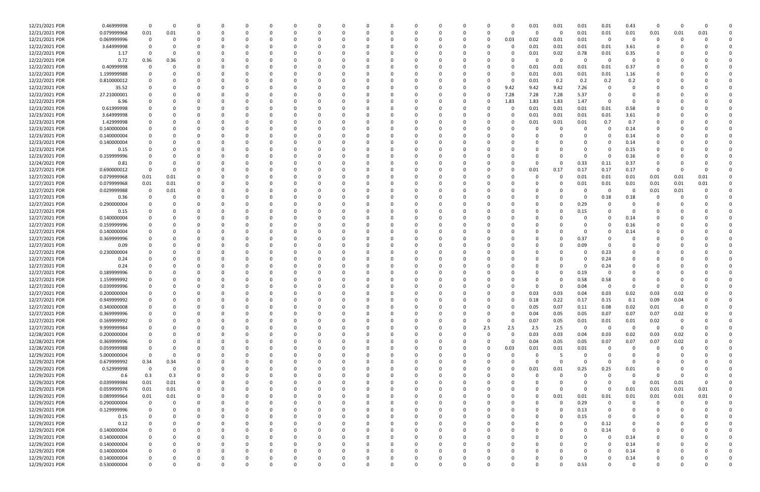| | | | | | | | | | | | | | | | | | | | | | | | | | | |
|---|---|---|---|---|---|---|---|---|---|---|---|---|---|---|---|---|---|---|---|---|---|---|---|---|---|---|
| 12/21/2021 PDR | 0.46999998 | 0 | 0 | 0 | 0 | 0 | 0 | 0 | 0 | 0 | 0 | 0 | 0 | 0 | 0 | 0 | 0 | 0.01 | 0.01 | 0.01 | 0.01 | 0.43 | 0 | 0 | 0 | 0 |
| 12/21/2021 PDR | 0.079999968 | 0.01 | 0.01 | 0 | 0 | 0 | 0 | 0 | 0 | 0 | 0 | 0 | 0 | 0 | 0 | 0 | 0 | 0 | 0 | 0.01 | 0.01 | 0.01 | 0.01 | 0.01 | 0.01 | 0 |
| 12/21/2021 PDR | 0.069999996 | 0 | 0 | 0 | 0 | 0 | 0 | 0 | 0 | 0 | 0 | 0 | 0 | 0 | 0 | 0 | 0.03 | 0.02 | 0.01 | 0.01 | 0 | 0 | 0 | 0 | 0 | 0 |
| 12/22/2021 PDR | 3.64999998 | 0 | 0 | 0 | 0 | 0 | 0 | 0 | 0 | 0 | 0 | 0 | 0 | 0 | 0 | 0 | 0 | 0.01 | 0.01 | 0.01 | 0.01 | 3.61 | 0 | 0 | 0 | 0 |
| 12/22/2021 PDR | 1.17 | 0 | 0 | 0 | 0 | 0 | 0 | 0 | 0 | 0 | 0 | 0 | 0 | 0 | 0 | 0 | 0 | 0.01 | 0.02 | 0.78 | 0.01 | 0.35 | 0 | 0 | 0 | 0 |
| 12/22/2021 PDR | 0.72 | 0.36 | 0.36 | 0 | 0 | 0 | 0 | 0 | 0 | 0 | 0 | 0 | 0 | 0 | 0 | 0 | 0 | 0 | 0 | 0 | 0 | 0 | 0 | 0 | 0 | 0 |
| 12/22/2021 PDR | 0.40999998 | 0 | 0 | 0 | 0 | 0 | 0 | 0 | 0 | 0 | 0 | 0 | 0 | 0 | 0 | 0 | 0 | 0.01 | 0.01 | 0.01 | 0.01 | 0.37 | 0 | 0 | 0 | 0 |
| 12/22/2021 PDR | 1.199999988 | 0 | 0 | 0 | 0 | 0 | 0 | 0 | 0 | 0 | 0 | 0 | 0 | 0 | 0 | 0 | 0 | 0.01 | 0.01 | 0.01 | 0.01 | 1.16 | 0 | 0 | 0 | 0 |
| 12/22/2021 PDR | 0.810000012 | 0 | 0 | 0 | 0 | 0 | 0 | 0 | 0 | 0 | 0 | 0 | 0 | 0 | 0 | 0 | 0 | 0.01 | 0.2 | 0.2 | 0.2 | 0.2 | 0 | 0 | 0 | 0 |
| 12/22/2021 PDR | 35.52 | 0 | 0 | 0 | 0 | 0 | 0 | 0 | 0 | 0 | 0 | 0 | 0 | 0 | 0 | 0 | 9.42 | 9.42 | 9.42 | 7.26 | 0 | 0 | 0 | 0 | 0 | 0 |
| 12/22/2021 PDR | 27.21000001 | 0 | 0 | 0 | 0 | 0 | 0 | 0 | 0 | 0 | 0 | 0 | 0 | 0 | 0 | 0 | 7.28 | 7.28 | 7.28 | 5.37 | 0 | 0 | 0 | 0 | 0 | 0 |
| 12/22/2021 PDR | 6.96 | 0 | 0 | 0 | 0 | 0 | 0 | 0 | 0 | 0 | 0 | 0 | 0 | 0 | 0 | 0 | 1.83 | 1.83 | 1.83 | 1.47 | 0 | 0 | 0 | 0 | 0 | 0 |
| 12/23/2021 PDR | 0.61999998 | 0 | 0 | 0 | 0 | 0 | 0 | 0 | 0 | 0 | 0 | 0 | 0 | 0 | 0 | 0 | 0 | 0.01 | 0.01 | 0.01 | 0.01 | 0.58 | 0 | 0 | 0 | 0 |
| 12/23/2021 PDR | 3.64999998 | 0 | 0 | 0 | 0 | 0 | 0 | 0 | 0 | 0 | 0 | 0 | 0 | 0 | 0 | 0 | 0 | 0.01 | 0.01 | 0.01 | 0.01 | 3.61 | 0 | 0 | 0 | 0 |
| 12/23/2021 PDR | 1.42999998 | 0 | 0 | 0 | 0 | 0 | 0 | 0 | 0 | 0 | 0 | 0 | 0 | 0 | 0 | 0 | 0 | 0.01 | 0.01 | 0.01 | 0.7 | 0.7 | 0 | 0 | 0 | 0 |
| 12/23/2021 PDR | 0.140000004 | 0 | 0 | 0 | 0 | 0 | 0 | 0 | 0 | 0 | 0 | 0 | 0 | 0 | 0 | 0 | 0 | 0 | 0 | 0 | 0 | 0.14 | 0 | 0 | 0 | 0 |
| 12/23/2021 PDR | 0.140000004 | 0 | 0 | 0 | 0 | 0 | 0 | 0 | 0 | 0 | 0 | 0 | 0 | 0 | 0 | 0 | 0 | 0 | 0 | 0 | 0 | 0.14 | 0 | 0 | 0 | 0 |
| 12/23/2021 PDR | 0.140000004 | 0 | 0 | 0 | 0 | 0 | 0 | 0 | 0 | 0 | 0 | 0 | 0 | 0 | 0 | 0 | 0 | 0 | 0 | 0 | 0 | 0.14 | 0 | 0 | 0 | 0 |
| 12/23/2021 PDR | 0.15 | 0 | 0 | 0 | 0 | 0 | 0 | 0 | 0 | 0 | 0 | 0 | 0 | 0 | 0 | 0 | 0 | 0 | 0 | 0 | 0 | 0.15 | 0 | 0 | 0 | 0 |
| 12/23/2021 PDR | 0.159999996 | 0 | 0 | 0 | 0 | 0 | 0 | 0 | 0 | 0 | 0 | 0 | 0 | 0 | 0 | 0 | 0 | 0 | 0 | 0 | 0 | 0.16 | 0 | 0 | 0 | 0 |
| 12/24/2021 PDR | 0.81 | 0 | 0 | 0 | 0 | 0 | 0 | 0 | 0 | 0 | 0 | 0 | 0 | 0 | 0 | 0 | 0 | 0 | 0 | 0.33 | 0.11 | 0.37 | 0 | 0 | 0 | 0 |
| 12/27/2021 PDR | 0.690000012 | 0 | 0 | 0 | 0 | 0 | 0 | 0 | 0 | 0 | 0 | 0 | 0 | 0 | 0 | 0 | 0 | 0.01 | 0.17 | 0.17 | 0.17 | 0.17 | 0 | 0 | 0 | 0 |
| 12/27/2021 PDR | 0.079999968 | 0.01 | 0.01 | 0 | 0 | 0 | 0 | 0 | 0 | 0 | 0 | 0 | 0 | 0 | 0 | 0 | 0 | 0 | 0 | 0.01 | 0.01 | 0.01 | 0.01 | 0.01 | 0.01 | 0 |
| 12/27/2021 PDR | 0.079999968 | 0.01 | 0.01 | 0 | 0 | 0 | 0 | 0 | 0 | 0 | 0 | 0 | 0 | 0 | 0 | 0 | 0 | 0 | 0 | 0.01 | 0.01 | 0.01 | 0.01 | 0.01 | 0.01 | 0 |
| 12/27/2021 PDR | 0.029999988 | 0 | 0.01 | 0 | 0 | 0 | 0 | 0 | 0 | 0 | 0 | 0 | 0 | 0 | 0 | 0 | 0 | 0 | 0 | 0 | 0 | 0 | 0.01 | 0.01 | 0 | 0 |
| 12/27/2021 PDR | 0.36 | 0 | 0 | 0 | 0 | 0 | 0 | 0 | 0 | 0 | 0 | 0 | 0 | 0 | 0 | 0 | 0 | 0 | 0 | 0 | 0.18 | 0.18 | 0 | 0 | 0 | 0 |
| 12/27/2021 PDR | 0.290000004 | 0 | 0 | 0 | 0 | 0 | 0 | 0 | 0 | 0 | 0 | 0 | 0 | 0 | 0 | 0 | 0 | 0 | 0 | 0.29 | 0 | 0 | 0 | 0 | 0 | 0 |
| 12/27/2021 PDR | 0.15 | 0 | 0 | 0 | 0 | 0 | 0 | 0 | 0 | 0 | 0 | 0 | 0 | 0 | 0 | 0 | 0 | 0 | 0 | 0.15 | 0 | 0 | 0 | 0 | 0 | 0 |
| 12/27/2021 PDR | 0.140000004 | 0 | 0 | 0 | 0 | 0 | 0 | 0 | 0 | 0 | 0 | 0 | 0 | 0 | 0 | 0 | 0 | 0 | 0 | 0 | 0 | 0.14 | 0 | 0 | 0 | 0 |
| 12/27/2021 PDR | 0.159999996 | 0 | 0 | 0 | 0 | 0 | 0 | 0 | 0 | 0 | 0 | 0 | 0 | 0 | 0 | 0 | 0 | 0 | 0 | 0 | 0 | 0.16 | 0 | 0 | 0 | 0 |
| 12/27/2021 PDR | 0.140000004 | 0 | 0 | 0 | 0 | 0 | 0 | 0 | 0 | 0 | 0 | 0 | 0 | 0 | 0 | 0 | 0 | 0 | 0 | 0 | 0 | 0.14 | 0 | 0 | 0 | 0 |
| 12/27/2021 PDR | 0.369999996 | 0 | 0 | 0 | 0 | 0 | 0 | 0 | 0 | 0 | 0 | 0 | 0 | 0 | 0 | 0 | 0 | 0 | 0 | 0.37 | 0 | 0 | 0 | 0 | 0 | 0 |
| 12/27/2021 PDR | 0.09 | 0 | 0 | 0 | 0 | 0 | 0 | 0 | 0 | 0 | 0 | 0 | 0 | 0 | 0 | 0 | 0 | 0 | 0 | 0.09 | 0 | 0 | 0 | 0 | 0 | 0 |
| 12/27/2021 PDR | 0.230000004 | 0 | 0 | 0 | 0 | 0 | 0 | 0 | 0 | 0 | 0 | 0 | 0 | 0 | 0 | 0 | 0 | 0 | 0 | 0 | 0.23 | 0 | 0 | 0 | 0 | 0 |
| 12/27/2021 PDR | 0.24 | 0 | 0 | 0 | 0 | 0 | 0 | 0 | 0 | 0 | 0 | 0 | 0 | 0 | 0 | 0 | 0 | 0 | 0 | 0 | 0.24 | 0 | 0 | 0 | 0 | 0 |
| 12/27/2021 PDR | 0.24 | 0 | 0 | 0 | 0 | 0 | 0 | 0 | 0 | 0 | 0 | 0 | 0 | 0 | 0 | 0 | 0 | 0 | 0 | 0 | 0.24 | 0 | 0 | 0 | 0 | 0 |
| 12/27/2021 PDR | 0.189999996 | 0 | 0 | 0 | 0 | 0 | 0 | 0 | 0 | 0 | 0 | 0 | 0 | 0 | 0 | 0 | 0 | 0 | 0 | 0.19 | 0 | 0 | 0 | 0 | 0 | 0 |
| 12/27/2021 PDR | 1.159999992 | 0 | 0 | 0 | 0 | 0 | 0 | 0 | 0 | 0 | 0 | 0 | 0 | 0 | 0 | 0 | 0 | 0 | 0 | 0.58 | 0.58 | 0 | 0 | 0 | 0 | 0 |
| 12/27/2021 PDR | 0.039999996 | 0 | 0 | 0 | 0 | 0 | 0 | 0 | 0 | 0 | 0 | 0 | 0 | 0 | 0 | 0 | 0 | 0 | 0 | 0.04 | 0 | 0 | 0 | 0 | 0 | 0 |
| 12/27/2021 PDR | 0.200000004 | 0 | 0 | 0 | 0 | 0 | 0 | 0 | 0 | 0 | 0 | 0 | 0 | 0 | 0 | 0 | 0 | 0.03 | 0.03 | 0.04 | 0.03 | 0.02 | 0.03 | 0.02 | 0 | 0 |
| 12/27/2021 PDR | 0.949999992 | 0 | 0 | 0 | 0 | 0 | 0 | 0 | 0 | 0 | 0 | 0 | 0 | 0 | 0 | 0 | 0 | 0.18 | 0.22 | 0.17 | 0.15 | 0.1 | 0.09 | 0.04 | 0 | 0 |
| 12/27/2021 PDR | 0.340000008 | 0 | 0 | 0 | 0 | 0 | 0 | 0 | 0 | 0 | 0 | 0 | 0 | 0 | 0 | 0 | 0 | 0.05 | 0.07 | 0.11 | 0.08 | 0.02 | 0.01 | 0 | 0 | 0 |
| 12/27/2021 PDR | 0.369999996 | 0 | 0 | 0 | 0 | 0 | 0 | 0 | 0 | 0 | 0 | 0 | 0 | 0 | 0 | 0 | 0 | 0.04 | 0.05 | 0.05 | 0.07 | 0.07 | 0.07 | 0.02 | 0 | 0 |
| 12/27/2021 PDR | 0.169999992 | 0 | 0 | 0 | 0 | 0 | 0 | 0 | 0 | 0 | 0 | 0 | 0 | 0 | 0 | 0 | 0 | 0.07 | 0.05 | 0.01 | 0.01 | 0.01 | 0.02 | 0 | 0 | 0 |
| 12/27/2021 PDR | 9.999999984 | 0 | 0 | 0 | 0 | 0 | 0 | 0 | 0 | 0 | 0 | 0 | 0 | 0 | 0 | 2.5 | 2.5 | 2.5 | 2.5 | 0 | 0 | 0 | 0 | 0 | 0 | 0 |
| 12/28/2021 PDR | 0.200000004 | 0 | 0 | 0 | 0 | 0 | 0 | 0 | 0 | 0 | 0 | 0 | 0 | 0 | 0 | 0 | 0 | 0.03 | 0.03 | 0.04 | 0.03 | 0.02 | 0.03 | 0.02 | 0 | 0 |
| 12/28/2021 PDR | 0.369999996 | 0 | 0 | 0 | 0 | 0 | 0 | 0 | 0 | 0 | 0 | 0 | 0 | 0 | 0 | 0 | 0 | 0.04 | 0.05 | 0.05 | 0.07 | 0.07 | 0.07 | 0.02 | 0 | 0 |
| 12/28/2021 PDR | 0.059999988 | 0 | 0 | 0 | 0 | 0 | 0 | 0 | 0 | 0 | 0 | 0 | 0 | 0 | 0 | 0 | 0.03 | 0.01 | 0.01 | 0.01 | 0 | 0 | 0 | 0 | 0 | 0 |
| 12/29/2021 PDR | 5.000000004 | 0 | 0 | 0 | 0 | 0 | 0 | 0 | 0 | 0 | 0 | 0 | 0 | 0 | 0 | 0 | 0 | 0 | 5 | 0 | 0 | 0 | 0 | 0 | 0 | 0 |
| 12/29/2021 PDR | 0.679999992 | 0.34 | 0.34 | 0 | 0 | 0 | 0 | 0 | 0 | 0 | 0 | 0 | 0 | 0 | 0 | 0 | 0 | 0 | 0 | 0 | 0 | 0 | 0 | 0 | 0 | 0 |
| 12/29/2021 PDR | 0.52999998 | 0 | 0 | 0 | 0 | 0 | 0 | 0 | 0 | 0 | 0 | 0 | 0 | 0 | 0 | 0 | 0 | 0.01 | 0.01 | 0.25 | 0.25 | 0.01 | 0 | 0 | 0 | 0 |
| 12/29/2021 PDR | 0.6 | 0.3 | 0.3 | 0 | 0 | 0 | 0 | 0 | 0 | 0 | 0 | 0 | 0 | 0 | 0 | 0 | 0 | 0 | 0 | 0 | 0 | 0 | 0 | 0 | 0 | 0 |
| 12/29/2021 PDR | 0.039999984 | 0.01 | 0.01 | 0 | 0 | 0 | 0 | 0 | 0 | 0 | 0 | 0 | 0 | 0 | 0 | 0 | 0 | 0 | 0 | 0 | 0 | 0 | 0.01 | 0.01 | 0 | 0 |
| 12/29/2021 PDR | 0.059999976 | 0.01 | 0.01 | 0 | 0 | 0 | 0 | 0 | 0 | 0 | 0 | 0 | 0 | 0 | 0 | 0 | 0 | 0 | 0 | 0 | 0 | 0.01 | 0.01 | 0.01 | 0.01 | 0 |
| 12/29/2021 PDR | 0.089999964 | 0.01 | 0.01 | 0 | 0 | 0 | 0 | 0 | 0 | 0 | 0 | 0 | 0 | 0 | 0 | 0 | 0 | 0 | 0.01 | 0.01 | 0.01 | 0.01 | 0.01 | 0.01 | 0.01 | 0 |
| 12/29/2021 PDR | 0.290000004 | 0 | 0 | 0 | 0 | 0 | 0 | 0 | 0 | 0 | 0 | 0 | 0 | 0 | 0 | 0 | 0 | 0 | 0 | 0.29 | 0 | 0 | 0 | 0 | 0 | 0 |
| 12/29/2021 PDR | 0.129999996 | 0 | 0 | 0 | 0 | 0 | 0 | 0 | 0 | 0 | 0 | 0 | 0 | 0 | 0 | 0 | 0 | 0 | 0 | 0.13 | 0 | 0 | 0 | 0 | 0 | 0 |
| 12/29/2021 PDR | 0.15 | 0 | 0 | 0 | 0 | 0 | 0 | 0 | 0 | 0 | 0 | 0 | 0 | 0 | 0 | 0 | 0 | 0 | 0 | 0.15 | 0 | 0 | 0 | 0 | 0 | 0 |
| 12/29/2021 PDR | 0.12 | 0 | 0 | 0 | 0 | 0 | 0 | 0 | 0 | 0 | 0 | 0 | 0 | 0 | 0 | 0 | 0 | 0 | 0 | 0 | 0.12 | 0 | 0 | 0 | 0 | 0 |
| 12/29/2021 PDR | 0.140000004 | 0 | 0 | 0 | 0 | 0 | 0 | 0 | 0 | 0 | 0 | 0 | 0 | 0 | 0 | 0 | 0 | 0 | 0 | 0 | 0.14 | 0 | 0 | 0 | 0 | 0 |
| 12/29/2021 PDR | 0.140000004 | 0 | 0 | 0 | 0 | 0 | 0 | 0 | 0 | 0 | 0 | 0 | 0 | 0 | 0 | 0 | 0 | 0 | 0 | 0 | 0 | 0.14 | 0 | 0 | 0 | 0 |
| 12/29/2021 PDR | 0.140000004 | 0 | 0 | 0 | 0 | 0 | 0 | 0 | 0 | 0 | 0 | 0 | 0 | 0 | 0 | 0 | 0 | 0 | 0 | 0 | 0 | 0.14 | 0 | 0 | 0 | 0 |
| 12/29/2021 PDR | 0.140000004 | 0 | 0 | 0 | 0 | 0 | 0 | 0 | 0 | 0 | 0 | 0 | 0 | 0 | 0 | 0 | 0 | 0 | 0 | 0 | 0 | 0.14 | 0 | 0 | 0 | 0 |
| 12/29/2021 PDR | 0.140000004 | 0 | 0 | 0 | 0 | 0 | 0 | 0 | 0 | 0 | 0 | 0 | 0 | 0 | 0 | 0 | 0 | 0 | 0 | 0 | 0 | 0.14 | 0 | 0 | 0 | 0 |
| 12/29/2021 PDR | 0.530000004 | 0 | 0 | 0 | 0 | 0 | 0 | 0 | 0 | 0 | 0 | 0 | 0 | 0 | 0 | 0 | 0 | 0 | 0 | 0.53 | 0 | 0 | 0 | 0 | 0 | 0 |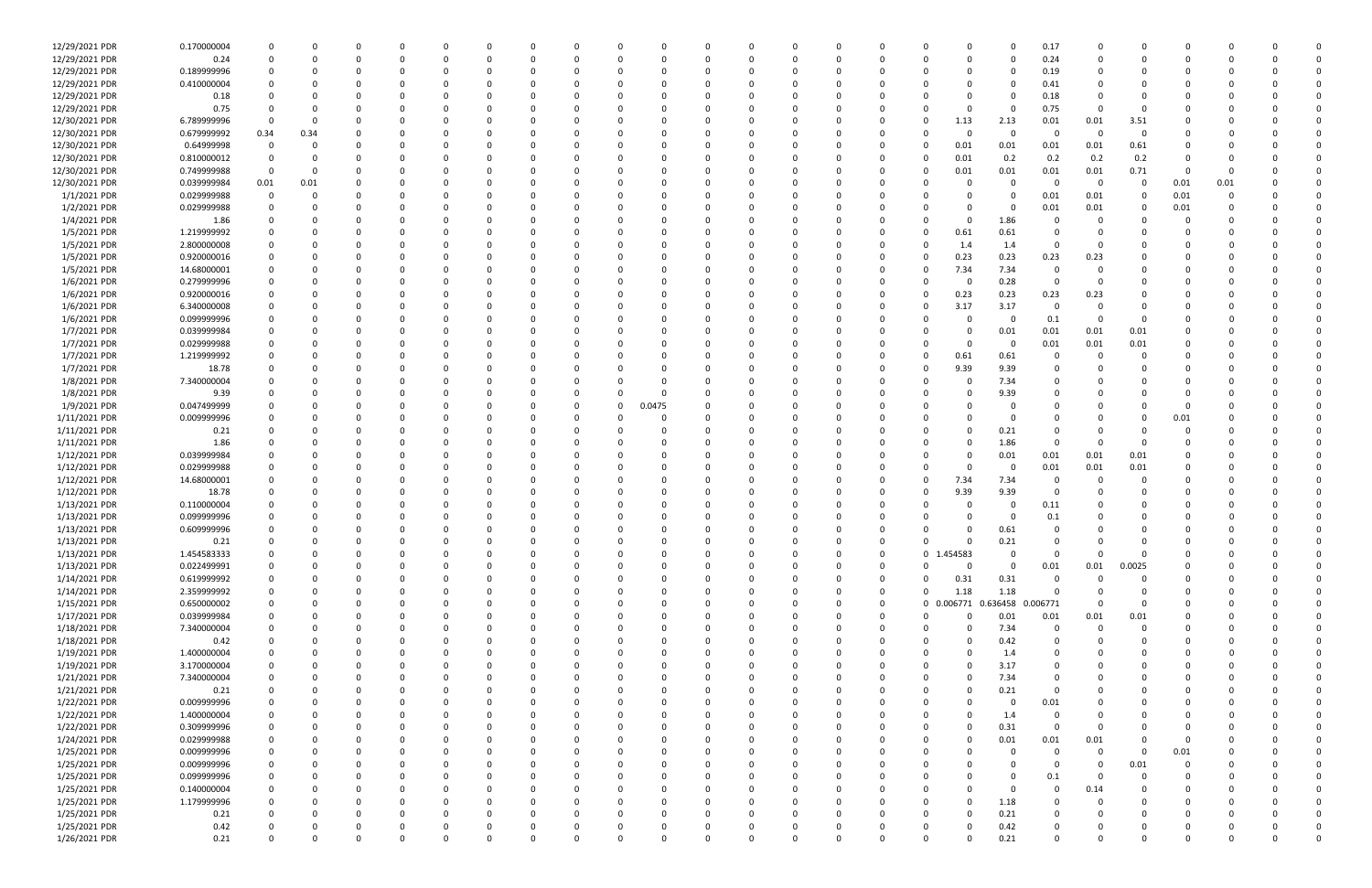| | | | | | | | | | | | | | | | | | | | | | | | | | | | | |
|---|---|---|---|---|---|---|---|---|---|---|---|---|---|---|---|---|---|---|---|---|---|---|---|---|---|---|---|---|
| 12/29/2021 PDR | 0.170000004 | 0 | 0 | 0 | 0 | 0 | 0 | 0 | 0 | 0 | 0 | 0 | 0 | 0 | 0 | 0 | 0 | 0 | 0 | 0 | 0 | 0.17 | 0 | 0 | 0 | 0 | 0 | 0 |
| 12/29/2021 PDR | 0.24 | 0 | 0 | 0 | 0 | 0 | 0 | 0 | 0 | 0 | 0 | 0 | 0 | 0 | 0 | 0 | 0 | 0 | 0 | 0 | 0 | 0.24 | 0 | 0 | 0 | 0 | 0 | 0 |
| 12/29/2021 PDR | 0.189999996 | 0 | 0 | 0 | 0 | 0 | 0 | 0 | 0 | 0 | 0 | 0 | 0 | 0 | 0 | 0 | 0 | 0 | 0 | 0 | 0 | 0.19 | 0 | 0 | 0 | 0 | 0 | 0 |
| 12/29/2021 PDR | 0.410000004 | 0 | 0 | 0 | 0 | 0 | 0 | 0 | 0 | 0 | 0 | 0 | 0 | 0 | 0 | 0 | 0 | 0 | 0 | 0 | 0 | 0.41 | 0 | 0 | 0 | 0 | 0 | 0 |
| 12/29/2021 PDR | 0.18 | 0 | 0 | 0 | 0 | 0 | 0 | 0 | 0 | 0 | 0 | 0 | 0 | 0 | 0 | 0 | 0 | 0 | 0 | 0 | 0 | 0.18 | 0 | 0 | 0 | 0 | 0 | 0 |
| 12/29/2021 PDR | 0.75 | 0 | 0 | 0 | 0 | 0 | 0 | 0 | 0 | 0 | 0 | 0 | 0 | 0 | 0 | 0 | 0 | 0 | 0 | 0 | 0 | 0.75 | 0 | 0 | 0 | 0 | 0 | 0 |
| 12/30/2021 PDR | 6.789999996 | 0 | 0 | 0 | 0 | 0 | 0 | 0 | 0 | 0 | 0 | 0 | 0 | 0 | 0 | 0 | 0 | 0 | 0 | 1.13 | 2.13 | 0.01 | 0.01 | 3.51 | 0 | 0 | 0 | 0 |
| 12/30/2021 PDR | 0.679999992 | 0.34 | 0.34 | 0 | 0 | 0 | 0 | 0 | 0 | 0 | 0 | 0 | 0 | 0 | 0 | 0 | 0 | 0 | 0 | 0 | 0 | 0 | 0 | 0 | 0 | 0 | 0 | 0 |
| 12/30/2021 PDR | 0.64999998 | 0 | 0 | 0 | 0 | 0 | 0 | 0 | 0 | 0 | 0 | 0 | 0 | 0 | 0 | 0 | 0 | 0 | 0 | 0.01 | 0.01 | 0.01 | 0.01 | 0.61 | 0 | 0 | 0 | 0 |
| 12/30/2021 PDR | 0.810000012 | 0 | 0 | 0 | 0 | 0 | 0 | 0 | 0 | 0 | 0 | 0 | 0 | 0 | 0 | 0 | 0 | 0 | 0 | 0.01 | 0.2 | 0.2 | 0.2 | 0.2 | 0 | 0 | 0 | 0 |
| 12/30/2021 PDR | 0.749999988 | 0 | 0 | 0 | 0 | 0 | 0 | 0 | 0 | 0 | 0 | 0 | 0 | 0 | 0 | 0 | 0 | 0 | 0 | 0.01 | 0.01 | 0.01 | 0.01 | 0.71 | 0 | 0 | 0 | 0 |
| 12/30/2021 PDR | 0.039999984 | 0.01 | 0.01 | 0 | 0 | 0 | 0 | 0 | 0 | 0 | 0 | 0 | 0 | 0 | 0 | 0 | 0 | 0 | 0 | 0 | 0 | 0 | 0 | 0 | 0.01 | 0.01 | 0 | 0 |
| 1/1/2021 PDR | 0.029999988 | 0 | 0 | 0 | 0 | 0 | 0 | 0 | 0 | 0 | 0 | 0 | 0 | 0 | 0 | 0 | 0 | 0 | 0 | 0 | 0 | 0.01 | 0.01 | 0 | 0.01 | 0 | 0 | 0 |
| 1/2/2021 PDR | 0.029999988 | 0 | 0 | 0 | 0 | 0 | 0 | 0 | 0 | 0 | 0 | 0 | 0 | 0 | 0 | 0 | 0 | 0 | 0 | 0 | 0 | 0.01 | 0.01 | 0 | 0.01 | 0 | 0 | 0 |
| 1/4/2021 PDR | 1.86 | 0 | 0 | 0 | 0 | 0 | 0 | 0 | 0 | 0 | 0 | 0 | 0 | 0 | 0 | 0 | 0 | 0 | 0 | 0 | 1.86 | 0 | 0 | 0 | 0 | 0 | 0 | 0 |
| 1/5/2021 PDR | 1.219999992 | 0 | 0 | 0 | 0 | 0 | 0 | 0 | 0 | 0 | 0 | 0 | 0 | 0 | 0 | 0 | 0 | 0 | 0 | 0.61 | 0.61 | 0 | 0 | 0 | 0 | 0 | 0 | 0 |
| 1/5/2021 PDR | 2.800000008 | 0 | 0 | 0 | 0 | 0 | 0 | 0 | 0 | 0 | 0 | 0 | 0 | 0 | 0 | 0 | 0 | 0 | 0 | 1.4 | 1.4 | 0 | 0 | 0 | 0 | 0 | 0 | 0 |
| 1/5/2021 PDR | 0.920000016 | 0 | 0 | 0 | 0 | 0 | 0 | 0 | 0 | 0 | 0 | 0 | 0 | 0 | 0 | 0 | 0 | 0 | 0 | 0.23 | 0.23 | 0.23 | 0.23 | 0 | 0 | 0 | 0 | 0 |
| 1/5/2021 PDR | 14.68000001 | 0 | 0 | 0 | 0 | 0 | 0 | 0 | 0 | 0 | 0 | 0 | 0 | 0 | 0 | 0 | 0 | 0 | 0 | 7.34 | 7.34 | 0 | 0 | 0 | 0 | 0 | 0 | 0 |
| 1/6/2021 PDR | 0.279999996 | 0 | 0 | 0 | 0 | 0 | 0 | 0 | 0 | 0 | 0 | 0 | 0 | 0 | 0 | 0 | 0 | 0 | 0 | 0 | 0.28 | 0 | 0 | 0 | 0 | 0 | 0 | 0 |
| 1/6/2021 PDR | 0.920000016 | 0 | 0 | 0 | 0 | 0 | 0 | 0 | 0 | 0 | 0 | 0 | 0 | 0 | 0 | 0 | 0 | 0 | 0 | 0.23 | 0.23 | 0.23 | 0.23 | 0 | 0 | 0 | 0 | 0 |
| 1/6/2021 PDR | 6.340000008 | 0 | 0 | 0 | 0 | 0 | 0 | 0 | 0 | 0 | 0 | 0 | 0 | 0 | 0 | 0 | 0 | 0 | 0 | 3.17 | 3.17 | 0 | 0 | 0 | 0 | 0 | 0 | 0 |
| 1/6/2021 PDR | 0.099999996 | 0 | 0 | 0 | 0 | 0 | 0 | 0 | 0 | 0 | 0 | 0 | 0 | 0 | 0 | 0 | 0 | 0 | 0 | 0 | 0 | 0.1 | 0 | 0 | 0 | 0 | 0 | 0 |
| 1/7/2021 PDR | 0.039999984 | 0 | 0 | 0 | 0 | 0 | 0 | 0 | 0 | 0 | 0 | 0 | 0 | 0 | 0 | 0 | 0 | 0 | 0 | 0 | 0.01 | 0.01 | 0.01 | 0.01 | 0 | 0 | 0 | 0 |
| 1/7/2021 PDR | 0.029999988 | 0 | 0 | 0 | 0 | 0 | 0 | 0 | 0 | 0 | 0 | 0 | 0 | 0 | 0 | 0 | 0 | 0 | 0 | 0 | 0 | 0.01 | 0.01 | 0.01 | 0 | 0 | 0 | 0 |
| 1/7/2021 PDR | 1.219999992 | 0 | 0 | 0 | 0 | 0 | 0 | 0 | 0 | 0 | 0 | 0 | 0 | 0 | 0 | 0 | 0 | 0 | 0 | 0.61 | 0.61 | 0 | 0 | 0 | 0 | 0 | 0 | 0 |
| 1/7/2021 PDR | 18.78 | 0 | 0 | 0 | 0 | 0 | 0 | 0 | 0 | 0 | 0 | 0 | 0 | 0 | 0 | 0 | 0 | 0 | 0 | 9.39 | 9.39 | 0 | 0 | 0 | 0 | 0 | 0 | 0 |
| 1/8/2021 PDR | 7.340000004 | 0 | 0 | 0 | 0 | 0 | 0 | 0 | 0 | 0 | 0 | 0 | 0 | 0 | 0 | 0 | 0 | 0 | 0 | 0 | 7.34 | 0 | 0 | 0 | 0 | 0 | 0 | 0 |
| 1/8/2021 PDR | 9.39 | 0 | 0 | 0 | 0 | 0 | 0 | 0 | 0 | 0 | 0 | 0 | 0 | 0 | 0 | 0 | 0 | 0 | 0 | 0 | 9.39 | 0 | 0 | 0 | 0 | 0 | 0 | 0 |
| 1/9/2021 PDR | 0.047499999 | 0 | 0 | 0 | 0 | 0 | 0 | 0 | 0 | 0 | 0.0475 | 0 | 0 | 0 | 0 | 0 | 0 | 0 | 0 | 0 | 0 | 0 | 0 | 0 | 0 | 0 | 0 | 0 |
| 1/11/2021 PDR | 0.009999996 | 0 | 0 | 0 | 0 | 0 | 0 | 0 | 0 | 0 | 0 | 0 | 0 | 0 | 0 | 0 | 0 | 0 | 0 | 0 | 0 | 0 | 0 | 0 | 0.01 | 0 | 0 | 0 |
| 1/11/2021 PDR | 0.21 | 0 | 0 | 0 | 0 | 0 | 0 | 0 | 0 | 0 | 0 | 0 | 0 | 0 | 0 | 0 | 0 | 0 | 0 | 0 | 0.21 | 0 | 0 | 0 | 0 | 0 | 0 | 0 |
| 1/11/2021 PDR | 1.86 | 0 | 0 | 0 | 0 | 0 | 0 | 0 | 0 | 0 | 0 | 0 | 0 | 0 | 0 | 0 | 0 | 0 | 0 | 0 | 1.86 | 0 | 0 | 0 | 0 | 0 | 0 | 0 |
| 1/12/2021 PDR | 0.039999984 | 0 | 0 | 0 | 0 | 0 | 0 | 0 | 0 | 0 | 0 | 0 | 0 | 0 | 0 | 0 | 0 | 0 | 0 | 0 | 0.01 | 0.01 | 0.01 | 0.01 | 0 | 0 | 0 | 0 |
| 1/12/2021 PDR | 0.029999988 | 0 | 0 | 0 | 0 | 0 | 0 | 0 | 0 | 0 | 0 | 0 | 0 | 0 | 0 | 0 | 0 | 0 | 0 | 0 | 0 | 0.01 | 0.01 | 0.01 | 0 | 0 | 0 | 0 |
| 1/12/2021 PDR | 14.68000001 | 0 | 0 | 0 | 0 | 0 | 0 | 0 | 0 | 0 | 0 | 0 | 0 | 0 | 0 | 0 | 0 | 0 | 0 | 7.34 | 7.34 | 0 | 0 | 0 | 0 | 0 | 0 | 0 |
| 1/12/2021 PDR | 18.78 | 0 | 0 | 0 | 0 | 0 | 0 | 0 | 0 | 0 | 0 | 0 | 0 | 0 | 0 | 0 | 0 | 0 | 0 | 9.39 | 9.39 | 0 | 0 | 0 | 0 | 0 | 0 | 0 |
| 1/13/2021 PDR | 0.110000004 | 0 | 0 | 0 | 0 | 0 | 0 | 0 | 0 | 0 | 0 | 0 | 0 | 0 | 0 | 0 | 0 | 0 | 0 | 0 | 0 | 0.11 | 0 | 0 | 0 | 0 | 0 | 0 |
| 1/13/2021 PDR | 0.099999996 | 0 | 0 | 0 | 0 | 0 | 0 | 0 | 0 | 0 | 0 | 0 | 0 | 0 | 0 | 0 | 0 | 0 | 0 | 0 | 0 | 0.1 | 0 | 0 | 0 | 0 | 0 | 0 |
| 1/13/2021 PDR | 0.609999996 | 0 | 0 | 0 | 0 | 0 | 0 | 0 | 0 | 0 | 0 | 0 | 0 | 0 | 0 | 0 | 0 | 0 | 0 | 0 | 0.61 | 0 | 0 | 0 | 0 | 0 | 0 | 0 |
| 1/13/2021 PDR | 0.21 | 0 | 0 | 0 | 0 | 0 | 0 | 0 | 0 | 0 | 0 | 0 | 0 | 0 | 0 | 0 | 0 | 0 | 0 | 0 | 0.21 | 0 | 0 | 0 | 0 | 0 | 0 | 0 |
| 1/13/2021 PDR | 1.454583333 | 0 | 0 | 0 | 0 | 0 | 0 | 0 | 0 | 0 | 0 | 0 | 0 | 0 | 0 | 0 | 0 | 0 | 0 | 1.454583 | 0 | 0 | 0 | 0 | 0 | 0 | 0 | 0 |
| 1/13/2021 PDR | 0.022499991 | 0 | 0 | 0 | 0 | 0 | 0 | 0 | 0 | 0 | 0 | 0 | 0 | 0 | 0 | 0 | 0 | 0 | 0 | 0 | 0 | 0.01 | 0.01 | 0.0025 | 0 | 0 | 0 | 0 |
| 1/14/2021 PDR | 0.619999992 | 0 | 0 | 0 | 0 | 0 | 0 | 0 | 0 | 0 | 0 | 0 | 0 | 0 | 0 | 0 | 0 | 0 | 0 | 0.31 | 0.31 | 0 | 0 | 0 | 0 | 0 | 0 | 0 |
| 1/14/2021 PDR | 2.359999992 | 0 | 0 | 0 | 0 | 0 | 0 | 0 | 0 | 0 | 0 | 0 | 0 | 0 | 0 | 0 | 0 | 0 | 0 | 1.18 | 1.18 | 0 | 0 | 0 | 0 | 0 | 0 | 0 |
| 1/15/2021 PDR | 0.650000002 | 0 | 0 | 0 | 0 | 0 | 0 | 0 | 0 | 0 | 0 | 0 | 0 | 0 | 0 | 0 | 0 | 0 | 0 | 0.006771 | 0.636458 | 0.006771 | 0 | 0 | 0 | 0 | 0 | 0 |
| 1/17/2021 PDR | 0.039999984 | 0 | 0 | 0 | 0 | 0 | 0 | 0 | 0 | 0 | 0 | 0 | 0 | 0 | 0 | 0 | 0 | 0 | 0 | 0 | 0.01 | 0.01 | 0.01 | 0.01 | 0 | 0 | 0 | 0 |
| 1/18/2021 PDR | 7.340000004 | 0 | 0 | 0 | 0 | 0 | 0 | 0 | 0 | 0 | 0 | 0 | 0 | 0 | 0 | 0 | 0 | 0 | 0 | 0 | 7.34 | 0 | 0 | 0 | 0 | 0 | 0 | 0 |
| 1/18/2021 PDR | 0.42 | 0 | 0 | 0 | 0 | 0 | 0 | 0 | 0 | 0 | 0 | 0 | 0 | 0 | 0 | 0 | 0 | 0 | 0 | 0 | 0.42 | 0 | 0 | 0 | 0 | 0 | 0 | 0 |
| 1/19/2021 PDR | 1.400000004 | 0 | 0 | 0 | 0 | 0 | 0 | 0 | 0 | 0 | 0 | 0 | 0 | 0 | 0 | 0 | 0 | 0 | 0 | 0 | 1.4 | 0 | 0 | 0 | 0 | 0 | 0 | 0 |
| 1/19/2021 PDR | 3.170000004 | 0 | 0 | 0 | 0 | 0 | 0 | 0 | 0 | 0 | 0 | 0 | 0 | 0 | 0 | 0 | 0 | 0 | 0 | 0 | 3.17 | 0 | 0 | 0 | 0 | 0 | 0 | 0 |
| 1/21/2021 PDR | 7.340000004 | 0 | 0 | 0 | 0 | 0 | 0 | 0 | 0 | 0 | 0 | 0 | 0 | 0 | 0 | 0 | 0 | 0 | 0 | 0 | 7.34 | 0 | 0 | 0 | 0 | 0 | 0 | 0 |
| 1/21/2021 PDR | 0.21 | 0 | 0 | 0 | 0 | 0 | 0 | 0 | 0 | 0 | 0 | 0 | 0 | 0 | 0 | 0 | 0 | 0 | 0 | 0 | 0.21 | 0 | 0 | 0 | 0 | 0 | 0 | 0 |
| 1/22/2021 PDR | 0.009999996 | 0 | 0 | 0 | 0 | 0 | 0 | 0 | 0 | 0 | 0 | 0 | 0 | 0 | 0 | 0 | 0 | 0 | 0 | 0 | 0 | 0.01 | 0 | 0 | 0 | 0 | 0 | 0 |
| 1/22/2021 PDR | 1.400000004 | 0 | 0 | 0 | 0 | 0 | 0 | 0 | 0 | 0 | 0 | 0 | 0 | 0 | 0 | 0 | 0 | 0 | 0 | 0 | 1.4 | 0 | 0 | 0 | 0 | 0 | 0 | 0 |
| 1/22/2021 PDR | 0.309999996 | 0 | 0 | 0 | 0 | 0 | 0 | 0 | 0 | 0 | 0 | 0 | 0 | 0 | 0 | 0 | 0 | 0 | 0 | 0 | 0.31 | 0 | 0 | 0 | 0 | 0 | 0 | 0 |
| 1/24/2021 PDR | 0.029999988 | 0 | 0 | 0 | 0 | 0 | 0 | 0 | 0 | 0 | 0 | 0 | 0 | 0 | 0 | 0 | 0 | 0 | 0 | 0 | 0.01 | 0.01 | 0.01 | 0 | 0 | 0 | 0 | 0 |
| 1/25/2021 PDR | 0.009999996 | 0 | 0 | 0 | 0 | 0 | 0 | 0 | 0 | 0 | 0 | 0 | 0 | 0 | 0 | 0 | 0 | 0 | 0 | 0 | 0 | 0 | 0 | 0 | 0.01 | 0 | 0 | 0 |
| 1/25/2021 PDR | 0.009999996 | 0 | 0 | 0 | 0 | 0 | 0 | 0 | 0 | 0 | 0 | 0 | 0 | 0 | 0 | 0 | 0 | 0 | 0 | 0 | 0 | 0 | 0 | 0.01 | 0 | 0 | 0 | 0 |
| 1/25/2021 PDR | 0.099999996 | 0 | 0 | 0 | 0 | 0 | 0 | 0 | 0 | 0 | 0 | 0 | 0 | 0 | 0 | 0 | 0 | 0 | 0 | 0 | 0 | 0.1 | 0 | 0 | 0 | 0 | 0 | 0 |
| 1/25/2021 PDR | 0.140000004 | 0 | 0 | 0 | 0 | 0 | 0 | 0 | 0 | 0 | 0 | 0 | 0 | 0 | 0 | 0 | 0 | 0 | 0 | 0 | 0 | 0 | 0.14 | 0 | 0 | 0 | 0 | 0 |
| 1/25/2021 PDR | 1.179999996 | 0 | 0 | 0 | 0 | 0 | 0 | 0 | 0 | 0 | 0 | 0 | 0 | 0 | 0 | 0 | 0 | 0 | 0 | 0 | 1.18 | 0 | 0 | 0 | 0 | 0 | 0 | 0 |
| 1/25/2021 PDR | 0.21 | 0 | 0 | 0 | 0 | 0 | 0 | 0 | 0 | 0 | 0 | 0 | 0 | 0 | 0 | 0 | 0 | 0 | 0 | 0 | 0.21 | 0 | 0 | 0 | 0 | 0 | 0 | 0 |
| 1/25/2021 PDR | 0.42 | 0 | 0 | 0 | 0 | 0 | 0 | 0 | 0 | 0 | 0 | 0 | 0 | 0 | 0 | 0 | 0 | 0 | 0 | 0 | 0.42 | 0 | 0 | 0 | 0 | 0 | 0 | 0 |
| 1/26/2021 PDR | 0.21 | 0 | 0 | 0 | 0 | 0 | 0 | 0 | 0 | 0 | 0 | 0 | 0 | 0 | 0 | 0 | 0 | 0 | 0 | 0 | 0.21 | 0 | 0 | 0 | 0 | 0 | 0 | 0 |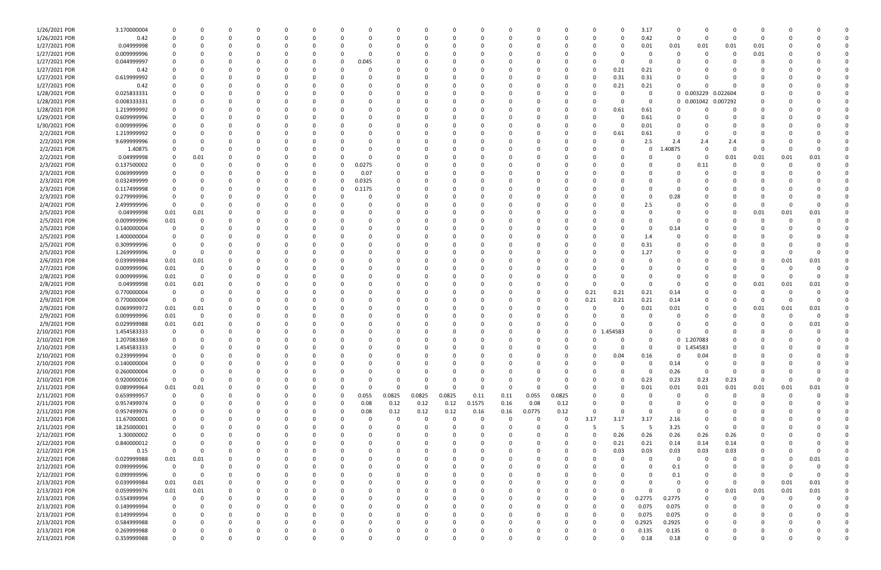| | | | | | | | | | | | | | | | | | | | | | | | | | | |
|---|---|---|---|---|---|---|---|---|---|---|---|---|---|---|---|---|---|---|---|---|---|---|---|---|---|---|
| 1/26/2021 PDR | 3.170000004 | 0 | 0 | 0 | 0 | 0 | 0 | 0 | 0 | 0 | 0 | 0 | 0 | 0 | 0 | 0 | 0 | 0 | 3.17 | 0 | 0 | 0 | 0 | 0 | 0 | 0 |
| 1/26/2021 PDR | 0.42 | 0 | 0 | 0 | 0 | 0 | 0 | 0 | 0 | 0 | 0 | 0 | 0 | 0 | 0 | 0 | 0 | 0 | 0.42 | 0 | 0 | 0 | 0 | 0 | 0 | 0 |
| 1/27/2021 PDR | 0.04999998 | 0 | 0 | 0 | 0 | 0 | 0 | 0 | 0 | 0 | 0 | 0 | 0 | 0 | 0 | 0 | 0 | 0 | 0.01 | 0.01 | 0.01 | 0.01 | 0.01 | 0 | 0 | 0 |
| 1/27/2021 PDR | 0.009999996 | 0 | 0 | 0 | 0 | 0 | 0 | 0 | 0 | 0 | 0 | 0 | 0 | 0 | 0 | 0 | 0 | 0 | 0 | 0 | 0 | 0 | 0.01 | 0 | 0 | 0 |
| 1/27/2021 PDR | 0.044999997 | 0 | 0 | 0 | 0 | 0 | 0 | 0 | 0.045 | 0 | 0 | 0 | 0 | 0 | 0 | 0 | 0 | 0 | 0 | 0 | 0 | 0 | 0 | 0 | 0 | 0 |
| 1/27/2021 PDR | 0.42 | 0 | 0 | 0 | 0 | 0 | 0 | 0 | 0 | 0 | 0 | 0 | 0 | 0 | 0 | 0 | 0 | 0.21 | 0.21 | 0 | 0 | 0 | 0 | 0 | 0 | 0 |
| 1/27/2021 PDR | 0.619999992 | 0 | 0 | 0 | 0 | 0 | 0 | 0 | 0 | 0 | 0 | 0 | 0 | 0 | 0 | 0 | 0 | 0.31 | 0.31 | 0 | 0 | 0 | 0 | 0 | 0 | 0 |
| 1/27/2021 PDR | 0.42 | 0 | 0 | 0 | 0 | 0 | 0 | 0 | 0 | 0 | 0 | 0 | 0 | 0 | 0 | 0 | 0 | 0.21 | 0.21 | 0 | 0 | 0 | 0 | 0 | 0 | 0 |
| 1/28/2021 PDR | 0.025833331 | 0 | 0 | 0 | 0 | 0 | 0 | 0 | 0 | 0 | 0 | 0 | 0 | 0 | 0 | 0 | 0 | 0 | 0 | 0 | 0.003229 | 0.022604 | 0 | 0 | 0 | 0 |
| 1/28/2021 PDR | 0.008333331 | 0 | 0 | 0 | 0 | 0 | 0 | 0 | 0 | 0 | 0 | 0 | 0 | 0 | 0 | 0 | 0 | 0 | 0 | 0 | 0.001042 | 0.007292 | 0 | 0 | 0 | 0 |
| 1/28/2021 PDR | 1.219999992 | 0 | 0 | 0 | 0 | 0 | 0 | 0 | 0 | 0 | 0 | 0 | 0 | 0 | 0 | 0 | 0 | 0.61 | 0.61 | 0 | 0 | 0 | 0 | 0 | 0 | 0 |
| 1/29/2021 PDR | 0.609999996 | 0 | 0 | 0 | 0 | 0 | 0 | 0 | 0 | 0 | 0 | 0 | 0 | 0 | 0 | 0 | 0 | 0 | 0.61 | 0 | 0 | 0 | 0 | 0 | 0 | 0 |
| 1/30/2021 PDR | 0.009999996 | 0 | 0 | 0 | 0 | 0 | 0 | 0 | 0 | 0 | 0 | 0 | 0 | 0 | 0 | 0 | 0 | 0 | 0.01 | 0 | 0 | 0 | 0 | 0 | 0 | 0 |
| 2/2/2021 PDR | 1.219999992 | 0 | 0 | 0 | 0 | 0 | 0 | 0 | 0 | 0 | 0 | 0 | 0 | 0 | 0 | 0 | 0 | 0.61 | 0.61 | 0 | 0 | 0 | 0 | 0 | 0 | 0 |
| 2/2/2021 PDR | 9.699999996 | 0 | 0 | 0 | 0 | 0 | 0 | 0 | 0 | 0 | 0 | 0 | 0 | 0 | 0 | 0 | 0 | 0 | 2.5 | 2.4 | 2.4 | 2.4 | 0 | 0 | 0 | 0 |
| 2/2/2021 PDR | 1.40875 | 0 | 0 | 0 | 0 | 0 | 0 | 0 | 0 | 0 | 0 | 0 | 0 | 0 | 0 | 0 | 0 | 0 | 0 | 1.40875 | 0 | 0 | 0 | 0 | 0 | 0 |
| 2/2/2021 PDR | 0.04999998 | 0 | 0.01 | 0 | 0 | 0 | 0 | 0 | 0 | 0 | 0 | 0 | 0 | 0 | 0 | 0 | 0 | 0 | 0 | 0 | 0 | 0.01 | 0.01 | 0.01 | 0.01 | 0 |
| 2/3/2021 PDR | 0.137500002 | 0 | 0 | 0 | 0 | 0 | 0 | 0 | 0.0275 | 0 | 0 | 0 | 0 | 0 | 0 | 0 | 0 | 0 | 0 | 0 | 0.11 | 0 | 0 | 0 | 0 | 0 |
| 2/3/2021 PDR | 0.069999999 | 0 | 0 | 0 | 0 | 0 | 0 | 0 | 0.07 | 0 | 0 | 0 | 0 | 0 | 0 | 0 | 0 | 0 | 0 | 0 | 0 | 0 | 0 | 0 | 0 | 0 |
| 2/3/2021 PDR | 0.032499999 | 0 | 0 | 0 | 0 | 0 | 0 | 0 | 0.0325 | 0 | 0 | 0 | 0 | 0 | 0 | 0 | 0 | 0 | 0 | 0 | 0 | 0 | 0 | 0 | 0 | 0 |
| 2/3/2021 PDR | 0.117499998 | 0 | 0 | 0 | 0 | 0 | 0 | 0 | 0.1175 | 0 | 0 | 0 | 0 | 0 | 0 | 0 | 0 | 0 | 0 | 0 | 0 | 0 | 0 | 0 | 0 | 0 |
| 2/3/2021 PDR | 0.279999996 | 0 | 0 | 0 | 0 | 0 | 0 | 0 | 0 | 0 | 0 | 0 | 0 | 0 | 0 | 0 | 0 | 0 | 0 | 0.28 | 0 | 0 | 0 | 0 | 0 | 0 |
| 2/4/2021 PDR | 2.499999996 | 0 | 0 | 0 | 0 | 0 | 0 | 0 | 0 | 0 | 0 | 0 | 0 | 0 | 0 | 0 | 0 | 0 | 2.5 | 0 | 0 | 0 | 0 | 0 | 0 | 0 |
| 2/5/2021 PDR | 0.04999998 | 0.01 | 0.01 | 0 | 0 | 0 | 0 | 0 | 0 | 0 | 0 | 0 | 0 | 0 | 0 | 0 | 0 | 0 | 0 | 0 | 0 | 0 | 0.01 | 0.01 | 0.01 | 0 |
| 2/5/2021 PDR | 0.009999996 | 0.01 | 0 | 0 | 0 | 0 | 0 | 0 | 0 | 0 | 0 | 0 | 0 | 0 | 0 | 0 | 0 | 0 | 0 | 0 | 0 | 0 | 0 | 0 | 0 | 0 |
| 2/5/2021 PDR | 0.140000004 | 0 | 0 | 0 | 0 | 0 | 0 | 0 | 0 | 0 | 0 | 0 | 0 | 0 | 0 | 0 | 0 | 0 | 0 | 0.14 | 0 | 0 | 0 | 0 | 0 | 0 |
| 2/5/2021 PDR | 1.400000004 | 0 | 0 | 0 | 0 | 0 | 0 | 0 | 0 | 0 | 0 | 0 | 0 | 0 | 0 | 0 | 0 | 0 | 1.4 | 0 | 0 | 0 | 0 | 0 | 0 | 0 |
| 2/5/2021 PDR | 0.309999996 | 0 | 0 | 0 | 0 | 0 | 0 | 0 | 0 | 0 | 0 | 0 | 0 | 0 | 0 | 0 | 0 | 0 | 0.31 | 0 | 0 | 0 | 0 | 0 | 0 | 0 |
| 2/5/2021 PDR | 1.269999996 | 0 | 0 | 0 | 0 | 0 | 0 | 0 | 0 | 0 | 0 | 0 | 0 | 0 | 0 | 0 | 0 | 0 | 1.27 | 0 | 0 | 0 | 0 | 0 | 0 | 0 |
| 2/6/2021 PDR | 0.039999984 | 0.01 | 0.01 | 0 | 0 | 0 | 0 | 0 | 0 | 0 | 0 | 0 | 0 | 0 | 0 | 0 | 0 | 0 | 0 | 0 | 0 | 0 | 0 | 0.01 | 0.01 | 0 |
| 2/7/2021 PDR | 0.009999996 | 0.01 | 0 | 0 | 0 | 0 | 0 | 0 | 0 | 0 | 0 | 0 | 0 | 0 | 0 | 0 | 0 | 0 | 0 | 0 | 0 | 0 | 0 | 0 | 0 | 0 |
| 2/8/2021 PDR | 0.009999996 | 0.01 | 0 | 0 | 0 | 0 | 0 | 0 | 0 | 0 | 0 | 0 | 0 | 0 | 0 | 0 | 0 | 0 | 0 | 0 | 0 | 0 | 0 | 0 | 0 | 0 |
| 2/8/2021 PDR | 0.04999998 | 0.01 | 0.01 | 0 | 0 | 0 | 0 | 0 | 0 | 0 | 0 | 0 | 0 | 0 | 0 | 0 | 0 | 0 | 0 | 0 | 0 | 0 | 0.01 | 0.01 | 0.01 | 0 |
| 2/9/2021 PDR | 0.770000004 | 0 | 0 | 0 | 0 | 0 | 0 | 0 | 0 | 0 | 0 | 0 | 0 | 0 | 0 | 0 | 0.21 | 0.21 | 0.21 | 0.14 | 0 | 0 | 0 | 0 | 0 | 0 |
| 2/9/2021 PDR | 0.770000004 | 0 | 0 | 0 | 0 | 0 | 0 | 0 | 0 | 0 | 0 | 0 | 0 | 0 | 0 | 0 | 0.21 | 0.21 | 0.21 | 0.14 | 0 | 0 | 0 | 0 | 0 | 0 |
| 2/9/2021 PDR | 0.069999972 | 0.01 | 0.01 | 0 | 0 | 0 | 0 | 0 | 0 | 0 | 0 | 0 | 0 | 0 | 0 | 0 | 0 | 0 | 0.01 | 0.01 | 0 | 0 | 0.01 | 0.01 | 0.01 | 0 |
| 2/9/2021 PDR | 0.009999996 | 0.01 | 0 | 0 | 0 | 0 | 0 | 0 | 0 | 0 | 0 | 0 | 0 | 0 | 0 | 0 | 0 | 0 | 0 | 0 | 0 | 0 | 0 | 0 | 0 | 0 |
| 2/9/2021 PDR | 0.029999988 | 0.01 | 0.01 | 0 | 0 | 0 | 0 | 0 | 0 | 0 | 0 | 0 | 0 | 0 | 0 | 0 | 0 | 0 | 0 | 0 | 0 | 0 | 0 | 0 | 0.01 | 0 |
| 2/10/2021 PDR | 1.454583333 | 0 | 0 | 0 | 0 | 0 | 0 | 0 | 0 | 0 | 0 | 0 | 0 | 0 | 0 | 0 | 0 | 1.454583 | 0 | 0 | 0 | 0 | 0 | 0 | 0 | 0 |
| 2/10/2021 PDR | 1.207083369 | 0 | 0 | 0 | 0 | 0 | 0 | 0 | 0 | 0 | 0 | 0 | 0 | 0 | 0 | 0 | 0 | 0 | 0 | 0 | 1.207083 | 0 | 0 | 0 | 0 | 0 |
| 2/10/2021 PDR | 1.454583333 | 0 | 0 | 0 | 0 | 0 | 0 | 0 | 0 | 0 | 0 | 0 | 0 | 0 | 0 | 0 | 0 | 0 | 0 | 0 | 1.454583 | 0 | 0 | 0 | 0 | 0 |
| 2/10/2021 PDR | 0.239999994 | 0 | 0 | 0 | 0 | 0 | 0 | 0 | 0 | 0 | 0 | 0 | 0 | 0 | 0 | 0 | 0 | 0.04 | 0.16 | 0 | 0.04 | 0 | 0 | 0 | 0 | 0 |
| 2/10/2021 PDR | 0.140000004 | 0 | 0 | 0 | 0 | 0 | 0 | 0 | 0 | 0 | 0 | 0 | 0 | 0 | 0 | 0 | 0 | 0 | 0 | 0.14 | 0 | 0 | 0 | 0 | 0 | 0 |
| 2/10/2021 PDR | 0.260000004 | 0 | 0 | 0 | 0 | 0 | 0 | 0 | 0 | 0 | 0 | 0 | 0 | 0 | 0 | 0 | 0 | 0 | 0 | 0.26 | 0 | 0 | 0 | 0 | 0 | 0 |
| 2/10/2021 PDR | 0.920000016 | 0 | 0 | 0 | 0 | 0 | 0 | 0 | 0 | 0 | 0 | 0 | 0 | 0 | 0 | 0 | 0 | 0 | 0.23 | 0.23 | 0.23 | 0.23 | 0 | 0 | 0 | 0 |
| 2/11/2021 PDR | 0.089999964 | 0.01 | 0.01 | 0 | 0 | 0 | 0 | 0 | 0 | 0 | 0 | 0 | 0 | 0 | 0 | 0 | 0 | 0 | 0.01 | 0.01 | 0.01 | 0.01 | 0.01 | 0.01 | 0.01 | 0 |
| 2/11/2021 PDR | 0.659999957 | 0 | 0 | 0 | 0 | 0 | 0 | 0 | 0.055 | 0.0825 | 0.0825 | 0.0825 | 0.11 | 0.11 | 0.055 | 0.0825 | 0 | 0 | 0 | 0 | 0 | 0 | 0 | 0 | 0 | 0 |
| 2/11/2021 PDR | 0.957499974 | 0 | 0 | 0 | 0 | 0 | 0 | 0 | 0.08 | 0.12 | 0.12 | 0.12 | 0.1575 | 0.16 | 0.08 | 0.12 | 0 | 0 | 0 | 0 | 0 | 0 | 0 | 0 | 0 | 0 |
| 2/11/2021 PDR | 0.957499976 | 0 | 0 | 0 | 0 | 0 | 0 | 0 | 0.08 | 0.12 | 0.12 | 0.12 | 0.16 | 0.16 | 0.0775 | 0.12 | 0 | 0 | 0 | 0 | 0 | 0 | 0 | 0 | 0 | 0 |
| 2/11/2021 PDR | 11.67000001 | 0 | 0 | 0 | 0 | 0 | 0 | 0 | 0 | 0 | 0 | 0 | 0 | 0 | 0 | 0 | 3.17 | 3.17 | 3.17 | 2.16 | 0 | 0 | 0 | 0 | 0 | 0 |
| 2/11/2021 PDR | 18.25000001 | 0 | 0 | 0 | 0 | 0 | 0 | 0 | 0 | 0 | 0 | 0 | 0 | 0 | 0 | 0 | 5 | 5 | 5 | 3.25 | 0 | 0 | 0 | 0 | 0 | 0 |
| 2/12/2021 PDR | 1.30000002 | 0 | 0 | 0 | 0 | 0 | 0 | 0 | 0 | 0 | 0 | 0 | 0 | 0 | 0 | 0 | 0 | 0.26 | 0.26 | 0.26 | 0.26 | 0.26 | 0 | 0 | 0 | 0 |
| 2/12/2021 PDR | 0.840000012 | 0 | 0 | 0 | 0 | 0 | 0 | 0 | 0 | 0 | 0 | 0 | 0 | 0 | 0 | 0 | 0 | 0.21 | 0.21 | 0.14 | 0.14 | 0.14 | 0 | 0 | 0 | 0 |
| 2/12/2021 PDR | 0.15 | 0 | 0 | 0 | 0 | 0 | 0 | 0 | 0 | 0 | 0 | 0 | 0 | 0 | 0 | 0 | 0 | 0.03 | 0.03 | 0.03 | 0.03 | 0.03 | 0 | 0 | 0 | 0 |
| 2/12/2021 PDR | 0.029999988 | 0.01 | 0.01 | 0 | 0 | 0 | 0 | 0 | 0 | 0 | 0 | 0 | 0 | 0 | 0 | 0 | 0 | 0 | 0 | 0 | 0 | 0 | 0 | 0 | 0.01 | 0 |
| 2/12/2021 PDR | 0.099999996 | 0 | 0 | 0 | 0 | 0 | 0 | 0 | 0 | 0 | 0 | 0 | 0 | 0 | 0 | 0 | 0 | 0 | 0 | 0.1 | 0 | 0 | 0 | 0 | 0 | 0 |
| 2/12/2021 PDR | 0.099999996 | 0 | 0 | 0 | 0 | 0 | 0 | 0 | 0 | 0 | 0 | 0 | 0 | 0 | 0 | 0 | 0 | 0 | 0 | 0.1 | 0 | 0 | 0 | 0 | 0 | 0 |
| 2/13/2021 PDR | 0.039999984 | 0.01 | 0.01 | 0 | 0 | 0 | 0 | 0 | 0 | 0 | 0 | 0 | 0 | 0 | 0 | 0 | 0 | 0 | 0 | 0 | 0 | 0 | 0 | 0.01 | 0.01 | 0 |
| 2/13/2021 PDR | 0.059999976 | 0.01 | 0.01 | 0 | 0 | 0 | 0 | 0 | 0 | 0 | 0 | 0 | 0 | 0 | 0 | 0 | 0 | 0 | 0 | 0 | 0 | 0.01 | 0.01 | 0.01 | 0.01 | 0 |
| 2/13/2021 PDR | 0.554999994 | 0 | 0 | 0 | 0 | 0 | 0 | 0 | 0 | 0 | 0 | 0 | 0 | 0 | 0 | 0 | 0 | 0 | 0.2775 | 0.2775 | 0 | 0 | 0 | 0 | 0 | 0 |
| 2/13/2021 PDR | 0.149999994 | 0 | 0 | 0 | 0 | 0 | 0 | 0 | 0 | 0 | 0 | 0 | 0 | 0 | 0 | 0 | 0 | 0 | 0.075 | 0.075 | 0 | 0 | 0 | 0 | 0 | 0 |
| 2/13/2021 PDR | 0.149999994 | 0 | 0 | 0 | 0 | 0 | 0 | 0 | 0 | 0 | 0 | 0 | 0 | 0 | 0 | 0 | 0 | 0 | 0.075 | 0.075 | 0 | 0 | 0 | 0 | 0 | 0 |
| 2/13/2021 PDR | 0.584999988 | 0 | 0 | 0 | 0 | 0 | 0 | 0 | 0 | 0 | 0 | 0 | 0 | 0 | 0 | 0 | 0 | 0 | 0.2925 | 0.2925 | 0 | 0 | 0 | 0 | 0 | 0 |
| 2/13/2021 PDR | 0.269999988 | 0 | 0 | 0 | 0 | 0 | 0 | 0 | 0 | 0 | 0 | 0 | 0 | 0 | 0 | 0 | 0 | 0 | 0.135 | 0.135 | 0 | 0 | 0 | 0 | 0 | 0 |
| 2/13/2021 PDR | 0.359999988 | 0 | 0 | 0 | 0 | 0 | 0 | 0 | 0 | 0 | 0 | 0 | 0 | 0 | 0 | 0 | 0 | 0 | 0.18 | 0.18 | 0 | 0 | 0 | 0 | 0 | 0 |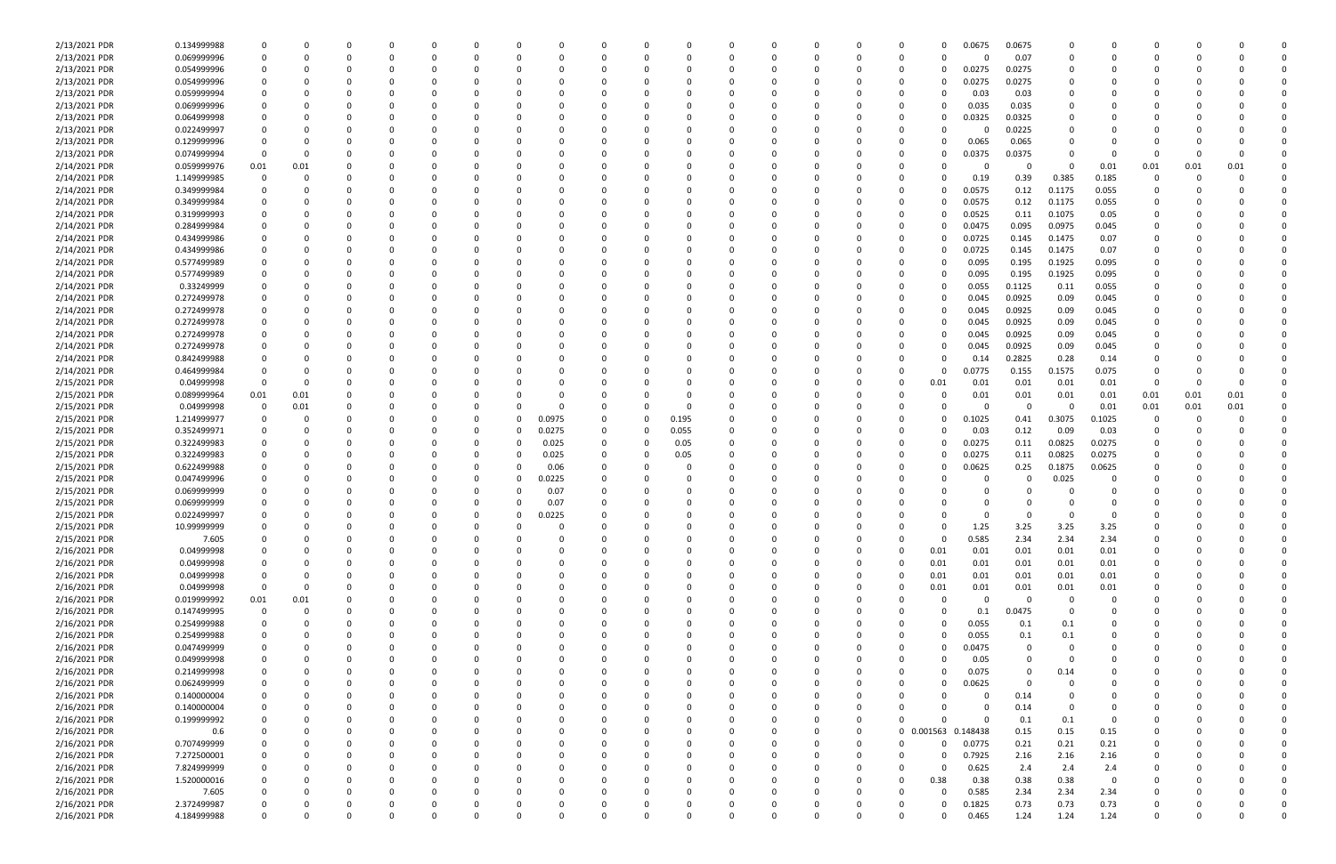| | | | | | | | | | | | | | | | | | | | | | | | | | | |
|---|---|---|---|---|---|---|---|---|---|---|---|---|---|---|---|---|---|---|---|---|---|---|---|---|---|---|
| 2/13/2021 PDR | 0.134999988 | 0 | 0 | 0 | 0 | 0 | 0 | 0 | 0 | 0 | 0 | 0 | 0 | 0 | 0 | 0 | 0 | 0 | 0.0675 | 0.0675 | 0 | 0 | 0 | 0 | 0 | 0 |
| 2/13/2021 PDR | 0.069999996 | 0 | 0 | 0 | 0 | 0 | 0 | 0 | 0 | 0 | 0 | 0 | 0 | 0 | 0 | 0 | 0 | 0 | 0 | 0.07 | 0 | 0 | 0 | 0 | 0 | 0 |
| 2/13/2021 PDR | 0.054999996 | 0 | 0 | 0 | 0 | 0 | 0 | 0 | 0 | 0 | 0 | 0 | 0 | 0 | 0 | 0 | 0 | 0 | 0.0275 | 0.0275 | 0 | 0 | 0 | 0 | 0 | 0 |
| 2/13/2021 PDR | 0.054999996 | 0 | 0 | 0 | 0 | 0 | 0 | 0 | 0 | 0 | 0 | 0 | 0 | 0 | 0 | 0 | 0 | 0 | 0.0275 | 0.0275 | 0 | 0 | 0 | 0 | 0 | 0 |
| 2/13/2021 PDR | 0.059999994 | 0 | 0 | 0 | 0 | 0 | 0 | 0 | 0 | 0 | 0 | 0 | 0 | 0 | 0 | 0 | 0 | 0 | 0.03 | 0.03 | 0 | 0 | 0 | 0 | 0 | 0 |
| 2/13/2021 PDR | 0.069999996 | 0 | 0 | 0 | 0 | 0 | 0 | 0 | 0 | 0 | 0 | 0 | 0 | 0 | 0 | 0 | 0 | 0 | 0.035 | 0.035 | 0 | 0 | 0 | 0 | 0 | 0 |
| 2/13/2021 PDR | 0.064999998 | 0 | 0 | 0 | 0 | 0 | 0 | 0 | 0 | 0 | 0 | 0 | 0 | 0 | 0 | 0 | 0 | 0 | 0.0325 | 0.0325 | 0 | 0 | 0 | 0 | 0 | 0 |
| 2/13/2021 PDR | 0.022499997 | 0 | 0 | 0 | 0 | 0 | 0 | 0 | 0 | 0 | 0 | 0 | 0 | 0 | 0 | 0 | 0 | 0 | 0 | 0.0225 | 0 | 0 | 0 | 0 | 0 | 0 |
| 2/13/2021 PDR | 0.129999996 | 0 | 0 | 0 | 0 | 0 | 0 | 0 | 0 | 0 | 0 | 0 | 0 | 0 | 0 | 0 | 0 | 0 | 0.065 | 0.065 | 0 | 0 | 0 | 0 | 0 | 0 |
| 2/13/2021 PDR | 0.074999994 | 0 | 0 | 0 | 0 | 0 | 0 | 0 | 0 | 0 | 0 | 0 | 0 | 0 | 0 | 0 | 0 | 0 | 0.0375 | 0.0375 | 0 | 0 | 0 | 0 | 0 | 0 |
| 2/14/2021 PDR | 0.059999976 | 0.01 | 0.01 | 0 | 0 | 0 | 0 | 0 | 0 | 0 | 0 | 0 | 0 | 0 | 0 | 0 | 0 | 0 | 0 | 0 | 0 | 0.01 | 0.01 | 0.01 | 0.01 | 0 |
| 2/14/2021 PDR | 1.149999985 | 0 | 0 | 0 | 0 | 0 | 0 | 0 | 0 | 0 | 0 | 0 | 0 | 0 | 0 | 0 | 0 | 0 | 0.19 | 0.39 | 0.385 | 0.185 | 0 | 0 | 0 | 0 |
| 2/14/2021 PDR | 0.349999984 | 0 | 0 | 0 | 0 | 0 | 0 | 0 | 0 | 0 | 0 | 0 | 0 | 0 | 0 | 0 | 0 | 0 | 0.0575 | 0.12 | 0.1175 | 0.055 | 0 | 0 | 0 | 0 |
| 2/14/2021 PDR | 0.349999984 | 0 | 0 | 0 | 0 | 0 | 0 | 0 | 0 | 0 | 0 | 0 | 0 | 0 | 0 | 0 | 0 | 0 | 0.0575 | 0.12 | 0.1175 | 0.055 | 0 | 0 | 0 | 0 |
| 2/14/2021 PDR | 0.319999993 | 0 | 0 | 0 | 0 | 0 | 0 | 0 | 0 | 0 | 0 | 0 | 0 | 0 | 0 | 0 | 0 | 0 | 0.0525 | 0.11 | 0.1075 | 0.05 | 0 | 0 | 0 | 0 |
| 2/14/2021 PDR | 0.284999984 | 0 | 0 | 0 | 0 | 0 | 0 | 0 | 0 | 0 | 0 | 0 | 0 | 0 | 0 | 0 | 0 | 0 | 0.0475 | 0.095 | 0.0975 | 0.045 | 0 | 0 | 0 | 0 |
| 2/14/2021 PDR | 0.434999986 | 0 | 0 | 0 | 0 | 0 | 0 | 0 | 0 | 0 | 0 | 0 | 0 | 0 | 0 | 0 | 0 | 0 | 0.0725 | 0.145 | 0.1475 | 0.07 | 0 | 0 | 0 | 0 |
| 2/14/2021 PDR | 0.434999986 | 0 | 0 | 0 | 0 | 0 | 0 | 0 | 0 | 0 | 0 | 0 | 0 | 0 | 0 | 0 | 0 | 0 | 0.0725 | 0.145 | 0.1475 | 0.07 | 0 | 0 | 0 | 0 |
| 2/14/2021 PDR | 0.577499989 | 0 | 0 | 0 | 0 | 0 | 0 | 0 | 0 | 0 | 0 | 0 | 0 | 0 | 0 | 0 | 0 | 0 | 0.095 | 0.195 | 0.1925 | 0.095 | 0 | 0 | 0 | 0 |
| 2/14/2021 PDR | 0.577499989 | 0 | 0 | 0 | 0 | 0 | 0 | 0 | 0 | 0 | 0 | 0 | 0 | 0 | 0 | 0 | 0 | 0 | 0.095 | 0.195 | 0.1925 | 0.095 | 0 | 0 | 0 | 0 |
| 2/14/2021 PDR | 0.33249999 | 0 | 0 | 0 | 0 | 0 | 0 | 0 | 0 | 0 | 0 | 0 | 0 | 0 | 0 | 0 | 0 | 0 | 0.055 | 0.1125 | 0.11 | 0.055 | 0 | 0 | 0 | 0 |
| 2/14/2021 PDR | 0.272499978 | 0 | 0 | 0 | 0 | 0 | 0 | 0 | 0 | 0 | 0 | 0 | 0 | 0 | 0 | 0 | 0 | 0 | 0.045 | 0.0925 | 0.09 | 0.045 | 0 | 0 | 0 | 0 |
| 2/14/2021 PDR | 0.272499978 | 0 | 0 | 0 | 0 | 0 | 0 | 0 | 0 | 0 | 0 | 0 | 0 | 0 | 0 | 0 | 0 | 0 | 0.045 | 0.0925 | 0.09 | 0.045 | 0 | 0 | 0 | 0 |
| 2/14/2021 PDR | 0.272499978 | 0 | 0 | 0 | 0 | 0 | 0 | 0 | 0 | 0 | 0 | 0 | 0 | 0 | 0 | 0 | 0 | 0 | 0.045 | 0.0925 | 0.09 | 0.045 | 0 | 0 | 0 | 0 |
| 2/14/2021 PDR | 0.272499978 | 0 | 0 | 0 | 0 | 0 | 0 | 0 | 0 | 0 | 0 | 0 | 0 | 0 | 0 | 0 | 0 | 0 | 0.045 | 0.0925 | 0.09 | 0.045 | 0 | 0 | 0 | 0 |
| 2/14/2021 PDR | 0.842499988 | 0 | 0 | 0 | 0 | 0 | 0 | 0 | 0 | 0 | 0 | 0 | 0 | 0 | 0 | 0 | 0 | 0 | 0.14 | 0.2825 | 0.28 | 0.14 | 0 | 0 | 0 | 0 |
| 2/14/2021 PDR | 0.464999984 | 0 | 0 | 0 | 0 | 0 | 0 | 0 | 0 | 0 | 0 | 0 | 0 | 0 | 0 | 0 | 0 | 0 | 0.0775 | 0.155 | 0.1575 | 0.075 | 0 | 0 | 0 | 0 |
| 2/15/2021 PDR | 0.04999998 | 0 | 0 | 0 | 0 | 0 | 0 | 0 | 0 | 0 | 0 | 0 | 0 | 0 | 0 | 0 | 0 | 0.01 | 0.01 | 0.01 | 0.01 | 0.01 | 0 | 0 | 0 | 0 |
| 2/15/2021 PDR | 0.089999964 | 0.01 | 0.01 | 0 | 0 | 0 | 0 | 0 | 0 | 0 | 0 | 0 | 0 | 0 | 0 | 0 | 0 | 0 | 0.01 | 0.01 | 0.01 | 0.01 | 0.01 | 0.01 | 0.01 | 0 |
| 2/15/2021 PDR | 0.04999998 | 0 | 0.01 | 0 | 0 | 0 | 0 | 0 | 0 | 0 | 0 | 0 | 0 | 0 | 0 | 0 | 0 | 0 | 0 | 0 | 0 | 0 | 0.01 | 0.01 | 0.01 | 0 |
| 2/15/2021 PDR | 1.214999977 | 0 | 0 | 0 | 0 | 0 | 0 | 0 | 0.0975 | 0 | 0 | 0.195 | 0 | 0 | 0 | 0 | 0 | 0 | 0.1025 | 0.41 | 0.3075 | 0.1025 | 0 | 0 | 0 | 0 |
| 2/15/2021 PDR | 0.352499971 | 0 | 0 | 0 | 0 | 0 | 0 | 0 | 0.0275 | 0 | 0 | 0.055 | 0 | 0 | 0 | 0 | 0 | 0 | 0.03 | 0.12 | 0.09 | 0.03 | 0 | 0 | 0 | 0 |
| 2/15/2021 PDR | 0.322499983 | 0 | 0 | 0 | 0 | 0 | 0 | 0 | 0.025 | 0 | 0 | 0.05 | 0 | 0 | 0 | 0 | 0 | 0 | 0.0275 | 0.11 | 0.0825 | 0.0275 | 0 | 0 | 0 | 0 |
| 2/15/2021 PDR | 0.322499983 | 0 | 0 | 0 | 0 | 0 | 0 | 0 | 0.025 | 0 | 0 | 0.05 | 0 | 0 | 0 | 0 | 0 | 0 | 0.0275 | 0.11 | 0.0825 | 0.0275 | 0 | 0 | 0 | 0 |
| 2/15/2021 PDR | 0.622499988 | 0 | 0 | 0 | 0 | 0 | 0 | 0 | 0.06 | 0 | 0 | 0 | 0 | 0 | 0 | 0 | 0 | 0 | 0.0625 | 0.25 | 0.1875 | 0.0625 | 0 | 0 | 0 | 0 |
| 2/15/2021 PDR | 0.047499996 | 0 | 0 | 0 | 0 | 0 | 0 | 0 | 0.0225 | 0 | 0 | 0 | 0 | 0 | 0 | 0 | 0 | 0 | 0 | 0 | 0.025 | 0 | 0 | 0 | 0 | 0 |
| 2/15/2021 PDR | 0.069999999 | 0 | 0 | 0 | 0 | 0 | 0 | 0 | 0.07 | 0 | 0 | 0 | 0 | 0 | 0 | 0 | 0 | 0 | 0 | 0 | 0 | 0 | 0 | 0 | 0 | 0 |
| 2/15/2021 PDR | 0.069999999 | 0 | 0 | 0 | 0 | 0 | 0 | 0 | 0.07 | 0 | 0 | 0 | 0 | 0 | 0 | 0 | 0 | 0 | 0 | 0 | 0 | 0 | 0 | 0 | 0 | 0 |
| 2/15/2021 PDR | 0.022499997 | 0 | 0 | 0 | 0 | 0 | 0 | 0 | 0.0225 | 0 | 0 | 0 | 0 | 0 | 0 | 0 | 0 | 0 | 0 | 0 | 0 | 0 | 0 | 0 | 0 | 0 |
| 2/15/2021 PDR | 10.99999999 | 0 | 0 | 0 | 0 | 0 | 0 | 0 | 0 | 0 | 0 | 0 | 0 | 0 | 0 | 0 | 0 | 0 | 1.25 | 3.25 | 3.25 | 3.25 | 0 | 0 | 0 | 0 |
| 2/15/2021 PDR | 7.605 | 0 | 0 | 0 | 0 | 0 | 0 | 0 | 0 | 0 | 0 | 0 | 0 | 0 | 0 | 0 | 0 | 0 | 0.585 | 2.34 | 2.34 | 2.34 | 0 | 0 | 0 | 0 |
| 2/16/2021 PDR | 0.04999998 | 0 | 0 | 0 | 0 | 0 | 0 | 0 | 0 | 0 | 0 | 0 | 0 | 0 | 0 | 0 | 0 | 0.01 | 0.01 | 0.01 | 0.01 | 0.01 | 0 | 0 | 0 | 0 |
| 2/16/2021 PDR | 0.04999998 | 0 | 0 | 0 | 0 | 0 | 0 | 0 | 0 | 0 | 0 | 0 | 0 | 0 | 0 | 0 | 0 | 0.01 | 0.01 | 0.01 | 0.01 | 0.01 | 0 | 0 | 0 | 0 |
| 2/16/2021 PDR | 0.04999998 | 0 | 0 | 0 | 0 | 0 | 0 | 0 | 0 | 0 | 0 | 0 | 0 | 0 | 0 | 0 | 0 | 0.01 | 0.01 | 0.01 | 0.01 | 0.01 | 0 | 0 | 0 | 0 |
| 2/16/2021 PDR | 0.04999998 | 0 | 0 | 0 | 0 | 0 | 0 | 0 | 0 | 0 | 0 | 0 | 0 | 0 | 0 | 0 | 0 | 0.01 | 0.01 | 0.01 | 0.01 | 0.01 | 0 | 0 | 0 | 0 |
| 2/16/2021 PDR | 0.019999992 | 0.01 | 0.01 | 0 | 0 | 0 | 0 | 0 | 0 | 0 | 0 | 0 | 0 | 0 | 0 | 0 | 0 | 0 | 0 | 0 | 0 | 0 | 0 | 0 | 0 | 0 |
| 2/16/2021 PDR | 0.147499995 | 0 | 0 | 0 | 0 | 0 | 0 | 0 | 0 | 0 | 0 | 0 | 0 | 0 | 0 | 0 | 0 | 0 | 0.1 | 0.0475 | 0 | 0 | 0 | 0 | 0 | 0 |
| 2/16/2021 PDR | 0.254999988 | 0 | 0 | 0 | 0 | 0 | 0 | 0 | 0 | 0 | 0 | 0 | 0 | 0 | 0 | 0 | 0 | 0 | 0.055 | 0.1 | 0.1 | 0 | 0 | 0 | 0 | 0 |
| 2/16/2021 PDR | 0.254999988 | 0 | 0 | 0 | 0 | 0 | 0 | 0 | 0 | 0 | 0 | 0 | 0 | 0 | 0 | 0 | 0 | 0 | 0.055 | 0.1 | 0.1 | 0 | 0 | 0 | 0 | 0 |
| 2/16/2021 PDR | 0.047499999 | 0 | 0 | 0 | 0 | 0 | 0 | 0 | 0 | 0 | 0 | 0 | 0 | 0 | 0 | 0 | 0 | 0 | 0.0475 | 0 | 0 | 0 | 0 | 0 | 0 | 0 |
| 2/16/2021 PDR | 0.04999998 | 0 | 0 | 0 | 0 | 0 | 0 | 0 | 0 | 0 | 0 | 0 | 0 | 0 | 0 | 0 | 0 | 0 | 0.05 | 0 | 0 | 0 | 0 | 0 | 0 | 0 |
| 2/16/2021 PDR | 0.214999998 | 0 | 0 | 0 | 0 | 0 | 0 | 0 | 0 | 0 | 0 | 0 | 0 | 0 | 0 | 0 | 0 | 0 | 0.075 | 0 | 0.14 | 0 | 0 | 0 | 0 | 0 |
| 2/16/2021 PDR | 0.062499999 | 0 | 0 | 0 | 0 | 0 | 0 | 0 | 0 | 0 | 0 | 0 | 0 | 0 | 0 | 0 | 0 | 0 | 0.0625 | 0 | 0 | 0 | 0 | 0 | 0 | 0 |
| 2/16/2021 PDR | 0.140000004 | 0 | 0 | 0 | 0 | 0 | 0 | 0 | 0 | 0 | 0 | 0 | 0 | 0 | 0 | 0 | 0 | 0 | 0 | 0.14 | 0 | 0 | 0 | 0 | 0 | 0 |
| 2/16/2021 PDR | 0.140000004 | 0 | 0 | 0 | 0 | 0 | 0 | 0 | 0 | 0 | 0 | 0 | 0 | 0 | 0 | 0 | 0 | 0 | 0 | 0.14 | 0 | 0 | 0 | 0 | 0 | 0 |
| 2/16/2021 PDR | 0.199999992 | 0 | 0 | 0 | 0 | 0 | 0 | 0 | 0 | 0 | 0 | 0 | 0 | 0 | 0 | 0 | 0 | 0 | 0 | 0.1 | 0.1 | 0 | 0 | 0 | 0 | 0 |
| 2/16/2021 PDR | 0.6 | 0 | 0 | 0 | 0 | 0 | 0 | 0 | 0 | 0 | 0 | 0 | 0 | 0 | 0 | 0 | 0 | 0.001563 | 0.148438 | 0.15 | 0.15 | 0.15 | 0 | 0 | 0 | 0 |
| 2/16/2021 PDR | 0.707499999 | 0 | 0 | 0 | 0 | 0 | 0 | 0 | 0 | 0 | 0 | 0 | 0 | 0 | 0 | 0 | 0 | 0 | 0.0775 | 0.21 | 0.21 | 0.21 | 0 | 0 | 0 | 0 |
| 2/16/2021 PDR | 7.272500001 | 0 | 0 | 0 | 0 | 0 | 0 | 0 | 0 | 0 | 0 | 0 | 0 | 0 | 0 | 0 | 0 | 0 | 0.7925 | 2.16 | 2.16 | 2.16 | 0 | 0 | 0 | 0 |
| 2/16/2021 PDR | 7.824999999 | 0 | 0 | 0 | 0 | 0 | 0 | 0 | 0 | 0 | 0 | 0 | 0 | 0 | 0 | 0 | 0 | 0 | 0.625 | 2.4 | 2.4 | 2.4 | 0 | 0 | 0 | 0 |
| 2/16/2021 PDR | 1.520000016 | 0 | 0 | 0 | 0 | 0 | 0 | 0 | 0 | 0 | 0 | 0 | 0 | 0 | 0 | 0 | 0 | 0.38 | 0.38 | 0.38 | 0.38 | 0 | 0 | 0 | 0 | 0 |
| 2/16/2021 PDR | 7.605 | 0 | 0 | 0 | 0 | 0 | 0 | 0 | 0 | 0 | 0 | 0 | 0 | 0 | 0 | 0 | 0 | 0 | 0.585 | 2.34 | 2.34 | 2.34 | 0 | 0 | 0 | 0 |
| 2/16/2021 PDR | 2.372499987 | 0 | 0 | 0 | 0 | 0 | 0 | 0 | 0 | 0 | 0 | 0 | 0 | 0 | 0 | 0 | 0 | 0 | 0.1825 | 0.73 | 0.73 | 0.73 | 0 | 0 | 0 | 0 |
| 2/16/2021 PDR | 4.184999988 | 0 | 0 | 0 | 0 | 0 | 0 | 0 | 0 | 0 | 0 | 0 | 0 | 0 | 0 | 0 | 0 | 0 | 0.465 | 1.24 | 1.24 | 1.24 | 0 | 0 | 0 | 0 |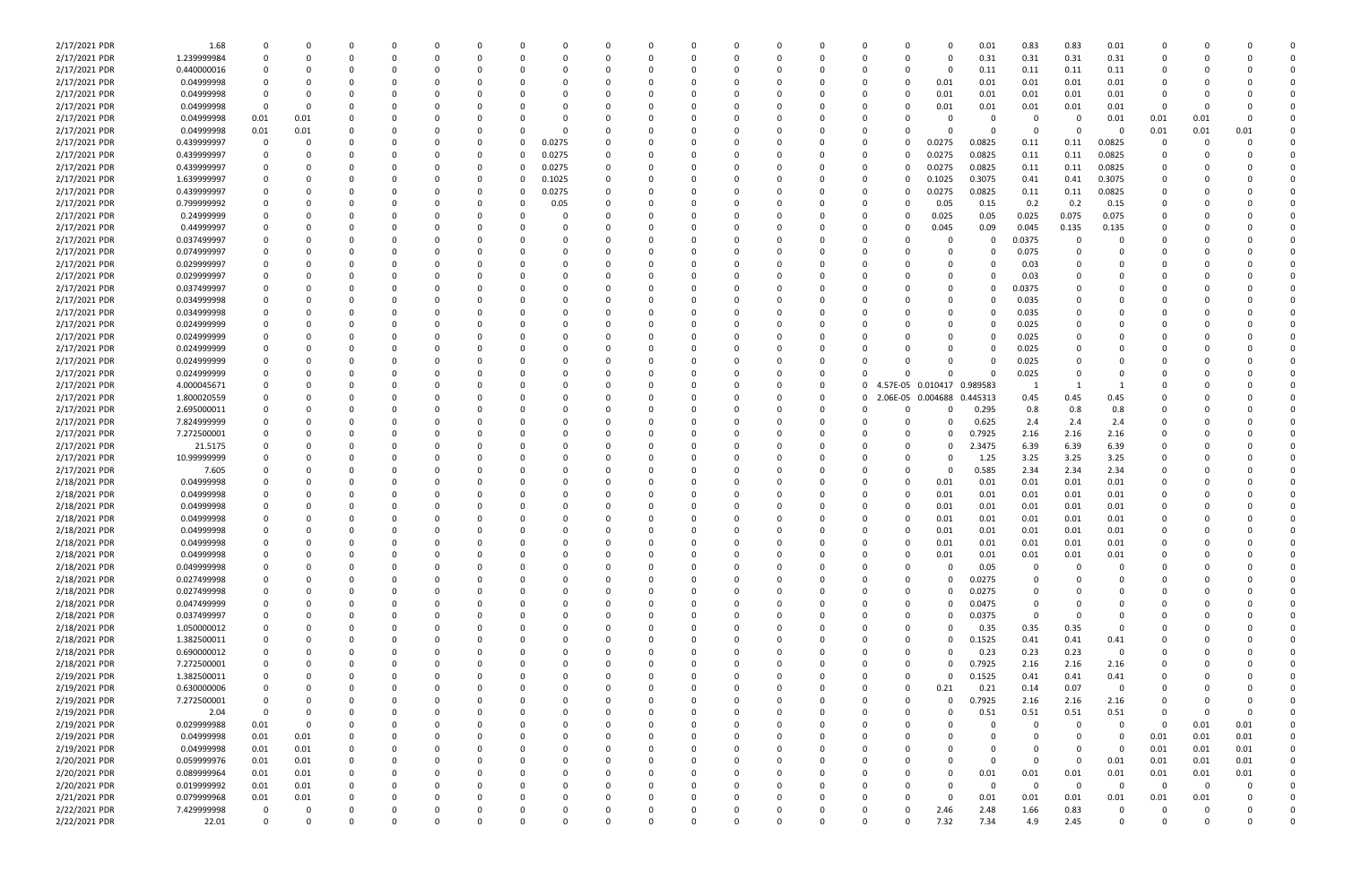| | | | | | | | | | | | | | | | | | | | | | | | | | | | | | | | | | |
|---|---|---|---|---|---|---|---|---|---|---|---|---|---|---|---|---|---|---|---|---|---|---|---|---|---|---|---|---|---|---|---|---|---|
| 2/17/2021 | PDR | 1.68 | 0 | 0 | 0 | 0 | 0 | 0 | 0 | 0 | 0 | 0 | 0 | 0 | 0 | 0 | 0 | 0 | 0 | 0 | 0 | 0 | 0 | 0 | 0 | 0.01 | 0.83 | 0.83 | 0.01 | 0 | 0 | 0 | 0 |
| 2/17/2021 | PDR | 1.239999984 | 0 | 0 | 0 | 0 | 0 | 0 | 0 | 0 | 0 | 0 | 0 | 0 | 0 | 0 | 0 | 0 | 0 | 0 | 0 | 0 | 0 | 0 | 0 | 0.31 | 0.31 | 0.31 | 0.31 | 0 | 0 | 0 | 0 |
| 2/17/2021 | PDR | 0.440000016 | 0 | 0 | 0 | 0 | 0 | 0 | 0 | 0 | 0 | 0 | 0 | 0 | 0 | 0 | 0 | 0 | 0 | 0 | 0 | 0 | 0 | 0 | 0 | 0.11 | 0.11 | 0.11 | 0.11 | 0 | 0 | 0 | 0 |
| 2/17/2021 | PDR | 0.04999998 | 0 | 0 | 0 | 0 | 0 | 0 | 0 | 0 | 0 | 0 | 0 | 0 | 0 | 0 | 0 | 0 | 0 | 0 | 0 | 0 | 0 | 0 | 0.01 | 0.01 | 0.01 | 0.01 | 0.01 | 0 | 0 | 0 | 0 |
| 2/17/2021 | PDR | 0.04999998 | 0 | 0 | 0 | 0 | 0 | 0 | 0 | 0 | 0 | 0 | 0 | 0 | 0 | 0 | 0 | 0 | 0 | 0 | 0 | 0 | 0 | 0 | 0.01 | 0.01 | 0.01 | 0.01 | 0.01 | 0 | 0 | 0 | 0 |
| 2/17/2021 | PDR | 0.04999998 | 0 | 0 | 0 | 0 | 0 | 0 | 0 | 0 | 0 | 0 | 0 | 0 | 0 | 0 | 0 | 0 | 0 | 0 | 0 | 0 | 0 | 0 | 0.01 | 0.01 | 0.01 | 0.01 | 0.01 | 0 | 0 | 0 | 0 |
| 2/17/2021 | PDR | 0.04999998 | 0.01 | 0.01 | 0 | 0 | 0 | 0 | 0 | 0 | 0 | 0 | 0 | 0 | 0 | 0 | 0 | 0 | 0 | 0 | 0 | 0 | 0 | 0 | 0 | 0 | 0 | 0 | 0.01 | 0.01 | 0.01 | 0 | 0 |
| 2/17/2021 | PDR | 0.04999998 | 0.01 | 0.01 | 0 | 0 | 0 | 0 | 0 | 0 | 0 | 0 | 0 | 0 | 0 | 0 | 0 | 0 | 0 | 0 | 0 | 0 | 0 | 0 | 0 | 0 | 0 | 0 | 0 | 0.01 | 0.01 | 0.01 | 0 |
| 2/17/2021 | PDR | 0.439999997 | 0 | 0 | 0 | 0 | 0 | 0 | 0 | 0 | 0 | 0 | 0 | 0.0275 | 0 | 0 | 0 | 0 | 0 | 0 | 0 | 0 | 0 | 0 | 0.0275 | 0.0825 | 0.11 | 0.11 | 0.0825 | 0 | 0 | 0 | 0 |
| 2/17/2021 | PDR | 0.439999997 | 0 | 0 | 0 | 0 | 0 | 0 | 0 | 0 | 0 | 0 | 0 | 0.0275 | 0 | 0 | 0 | 0 | 0 | 0 | 0 | 0 | 0 | 0 | 0.0275 | 0.0825 | 0.11 | 0.11 | 0.0825 | 0 | 0 | 0 | 0 |
| 2/17/2021 | PDR | 0.439999997 | 0 | 0 | 0 | 0 | 0 | 0 | 0 | 0 | 0 | 0 | 0 | 0.0275 | 0 | 0 | 0 | 0 | 0 | 0 | 0 | 0 | 0 | 0 | 0.0275 | 0.0825 | 0.11 | 0.11 | 0.0825 | 0 | 0 | 0 | 0 |
| 2/17/2021 | PDR | 1.639999997 | 0 | 0 | 0 | 0 | 0 | 0 | 0 | 0 | 0 | 0 | 0 | 0.1025 | 0 | 0 | 0 | 0 | 0 | 0 | 0 | 0 | 0 | 0 | 0.1025 | 0.3075 | 0.41 | 0.41 | 0.3075 | 0 | 0 | 0 | 0 |
| 2/17/2021 | PDR | 0.439999997 | 0 | 0 | 0 | 0 | 0 | 0 | 0 | 0 | 0 | 0 | 0 | 0.0275 | 0 | 0 | 0 | 0 | 0 | 0 | 0 | 0 | 0 | 0 | 0.0275 | 0.0825 | 0.11 | 0.11 | 0.0825 | 0 | 0 | 0 | 0 |
| 2/17/2021 | PDR | 0.799999992 | 0 | 0 | 0 | 0 | 0 | 0 | 0 | 0 | 0 | 0 | 0 | 0.05 | 0 | 0 | 0 | 0 | 0 | 0 | 0 | 0 | 0 | 0 | 0.05 | 0.15 | 0.2 | 0.2 | 0.15 | 0 | 0 | 0 | 0 |
| 2/17/2021 | PDR | 0.24999999 | 0 | 0 | 0 | 0 | 0 | 0 | 0 | 0 | 0 | 0 | 0 | 0 | 0 | 0 | 0 | 0 | 0 | 0 | 0 | 0 | 0 | 0 | 0.025 | 0.05 | 0.025 | 0.075 | 0.075 | 0 | 0 | 0 | 0 |
| 2/17/2021 | PDR | 0.44999997 | 0 | 0 | 0 | 0 | 0 | 0 | 0 | 0 | 0 | 0 | 0 | 0 | 0 | 0 | 0 | 0 | 0 | 0 | 0 | 0 | 0 | 0 | 0.045 | 0.09 | 0.045 | 0.135 | 0.135 | 0 | 0 | 0 | 0 |
| 2/17/2021 | PDR | 0.037499997 | 0 | 0 | 0 | 0 | 0 | 0 | 0 | 0 | 0 | 0 | 0 | 0 | 0 | 0 | 0 | 0 | 0 | 0 | 0 | 0 | 0 | 0 | 0 | 0 | 0.0375 | 0 | 0 | 0 | 0 | 0 | 0 |
| 2/17/2021 | PDR | 0.074999997 | 0 | 0 | 0 | 0 | 0 | 0 | 0 | 0 | 0 | 0 | 0 | 0 | 0 | 0 | 0 | 0 | 0 | 0 | 0 | 0 | 0 | 0 | 0 | 0 | 0.075 | 0 | 0 | 0 | 0 | 0 | 0 |
| 2/17/2021 | PDR | 0.029999997 | 0 | 0 | 0 | 0 | 0 | 0 | 0 | 0 | 0 | 0 | 0 | 0 | 0 | 0 | 0 | 0 | 0 | 0 | 0 | 0 | 0 | 0 | 0 | 0 | 0.03 | 0 | 0 | 0 | 0 | 0 | 0 |
| 2/17/2021 | PDR | 0.029999997 | 0 | 0 | 0 | 0 | 0 | 0 | 0 | 0 | 0 | 0 | 0 | 0 | 0 | 0 | 0 | 0 | 0 | 0 | 0 | 0 | 0 | 0 | 0 | 0 | 0.03 | 0 | 0 | 0 | 0 | 0 | 0 |
| 2/17/2021 | PDR | 0.037499997 | 0 | 0 | 0 | 0 | 0 | 0 | 0 | 0 | 0 | 0 | 0 | 0 | 0 | 0 | 0 | 0 | 0 | 0 | 0 | 0 | 0 | 0 | 0 | 0 | 0.0375 | 0 | 0 | 0 | 0 | 0 | 0 |
| 2/17/2021 | PDR | 0.03499998 | 0 | 0 | 0 | 0 | 0 | 0 | 0 | 0 | 0 | 0 | 0 | 0 | 0 | 0 | 0 | 0 | 0 | 0 | 0 | 0 | 0 | 0 | 0 | 0 | 0.035 | 0 | 0 | 0 | 0 | 0 | 0 |
| 2/17/2021 | PDR | 0.034999998 | 0 | 0 | 0 | 0 | 0 | 0 | 0 | 0 | 0 | 0 | 0 | 0 | 0 | 0 | 0 | 0 | 0 | 0 | 0 | 0 | 0 | 0 | 0 | 0 | 0.035 | 0 | 0 | 0 | 0 | 0 | 0 |
| 2/17/2021 | PDR | 0.024999999 | 0 | 0 | 0 | 0 | 0 | 0 | 0 | 0 | 0 | 0 | 0 | 0 | 0 | 0 | 0 | 0 | 0 | 0 | 0 | 0 | 0 | 0 | 0 | 0 | 0.025 | 0 | 0 | 0 | 0 | 0 | 0 |
| 2/17/2021 | PDR | 0.024999999 | 0 | 0 | 0 | 0 | 0 | 0 | 0 | 0 | 0 | 0 | 0 | 0 | 0 | 0 | 0 | 0 | 0 | 0 | 0 | 0 | 0 | 0 | 0 | 0 | 0.025 | 0 | 0 | 0 | 0 | 0 | 0 |
| 2/17/2021 | PDR | 0.024999999 | 0 | 0 | 0 | 0 | 0 | 0 | 0 | 0 | 0 | 0 | 0 | 0 | 0 | 0 | 0 | 0 | 0 | 0 | 0 | 0 | 0 | 0 | 0 | 0 | 0.025 | 0 | 0 | 0 | 0 | 0 | 0 |
| 2/17/2021 | PDR | 0.024999999 | 0 | 0 | 0 | 0 | 0 | 0 | 0 | 0 | 0 | 0 | 0 | 0 | 0 | 0 | 0 | 0 | 0 | 0 | 0 | 0 | 0 | 0 | 0 | 0 | 0.025 | 0 | 0 | 0 | 0 | 0 | 0 |
| 2/17/2021 | PDR | 0.024999999 | 0 | 0 | 0 | 0 | 0 | 0 | 0 | 0 | 0 | 0 | 0 | 0 | 0 | 0 | 0 | 0 | 0 | 0 | 0 | 0 | 0 | 0 | 0 | 0 | 0.025 | 0 | 0 | 0 | 0 | 0 | 0 |
| 2/17/2021 | PDR | 4.000045671 | 0 | 0 | 0 | 0 | 0 | 0 | 0 | 0 | 0 | 0 | 0 | 0 | 0 | 0 | 0 | 0 | 0 | 0 | 0 | 0 | 0 | 4.57E-05 | 0.010417 | 0.989583 | 1 | 1 | 1 | 0 | 0 | 0 | 0 |
| 2/17/2021 | PDR | 1.800020559 | 0 | 0 | 0 | 0 | 0 | 0 | 0 | 0 | 0 | 0 | 0 | 0 | 0 | 0 | 0 | 0 | 0 | 0 | 0 | 0 | 0 | 2.06E-05 | 0.004688 | 0.445313 | 0.45 | 0.45 | 0.45 | 0 | 0 | 0 | 0 |
| 2/17/2021 | PDR | 2.695000011 | 0 | 0 | 0 | 0 | 0 | 0 | 0 | 0 | 0 | 0 | 0 | 0 | 0 | 0 | 0 | 0 | 0 | 0 | 0 | 0 | 0 | 0 | 0 | 0.295 | 0.8 | 0.8 | 0.8 | 0 | 0 | 0 | 0 |
| 2/17/2021 | PDR | 7.824999999 | 0 | 0 | 0 | 0 | 0 | 0 | 0 | 0 | 0 | 0 | 0 | 0 | 0 | 0 | 0 | 0 | 0 | 0 | 0 | 0 | 0 | 0 | 0 | 0.625 | 2.4 | 2.4 | 2.4 | 0 | 0 | 0 | 0 |
| 2/17/2021 | PDR | 7.272500001 | 0 | 0 | 0 | 0 | 0 | 0 | 0 | 0 | 0 | 0 | 0 | 0 | 0 | 0 | 0 | 0 | 0 | 0 | 0 | 0 | 0 | 0 | 0 | 0.7925 | 2.16 | 2.16 | 2.16 | 0 | 0 | 0 | 0 |
| 2/17/2021 | PDR | 21.5175 | 0 | 0 | 0 | 0 | 0 | 0 | 0 | 0 | 0 | 0 | 0 | 0 | 0 | 0 | 0 | 0 | 0 | 0 | 0 | 0 | 0 | 0 | 0 | 2.3475 | 6.39 | 6.39 | 6.39 | 0 | 0 | 0 | 0 |
| 2/17/2021 | PDR | 10.99999999 | 0 | 0 | 0 | 0 | 0 | 0 | 0 | 0 | 0 | 0 | 0 | 0 | 0 | 0 | 0 | 0 | 0 | 0 | 0 | 0 | 0 | 0 | 0 | 1.25 | 3.25 | 3.25 | 3.25 | 0 | 0 | 0 | 0 |
| 2/17/2021 | PDR | 7.605 | 0 | 0 | 0 | 0 | 0 | 0 | 0 | 0 | 0 | 0 | 0 | 0 | 0 | 0 | 0 | 0 | 0 | 0 | 0 | 0 | 0 | 0 | 0 | 0.585 | 2.34 | 2.34 | 2.34 | 0 | 0 | 0 | 0 |
| 2/18/2021 | PDR | 0.04999998 | 0 | 0 | 0 | 0 | 0 | 0 | 0 | 0 | 0 | 0 | 0 | 0 | 0 | 0 | 0 | 0 | 0 | 0 | 0 | 0 | 0 | 0 | 0.01 | 0.01 | 0.01 | 0.01 | 0.01 | 0 | 0 | 0 | 0 |
| 2/18/2021 | PDR | 0.04999998 | 0 | 0 | 0 | 0 | 0 | 0 | 0 | 0 | 0 | 0 | 0 | 0 | 0 | 0 | 0 | 0 | 0 | 0 | 0 | 0 | 0 | 0 | 0.01 | 0.01 | 0.01 | 0.01 | 0.01 | 0 | 0 | 0 | 0 |
| 2/18/2021 | PDR | 0.04999998 | 0 | 0 | 0 | 0 | 0 | 0 | 0 | 0 | 0 | 0 | 0 | 0 | 0 | 0 | 0 | 0 | 0 | 0 | 0 | 0 | 0 | 0 | 0.01 | 0.01 | 0.01 | 0.01 | 0.01 | 0 | 0 | 0 | 0 |
| 2/18/2021 | PDR | 0.04999998 | 0 | 0 | 0 | 0 | 0 | 0 | 0 | 0 | 0 | 0 | 0 | 0 | 0 | 0 | 0 | 0 | 0 | 0 | 0 | 0 | 0 | 0 | 0.01 | 0.01 | 0.01 | 0.01 | 0.01 | 0 | 0 | 0 | 0 |
| 2/18/2021 | PDR | 0.04999998 | 0 | 0 | 0 | 0 | 0 | 0 | 0 | 0 | 0 | 0 | 0 | 0 | 0 | 0 | 0 | 0 | 0 | 0 | 0 | 0 | 0 | 0 | 0.01 | 0.01 | 0.01 | 0.01 | 0.01 | 0 | 0 | 0 | 0 |
| 2/18/2021 | PDR | 0.04999998 | 0 | 0 | 0 | 0 | 0 | 0 | 0 | 0 | 0 | 0 | 0 | 0 | 0 | 0 | 0 | 0 | 0 | 0 | 0 | 0 | 0 | 0 | 0.01 | 0.01 | 0.01 | 0.01 | 0.01 | 0 | 0 | 0 | 0 |
| 2/18/2021 | PDR | 0.04999998 | 0 | 0 | 0 | 0 | 0 | 0 | 0 | 0 | 0 | 0 | 0 | 0 | 0 | 0 | 0 | 0 | 0 | 0 | 0 | 0 | 0 | 0 | 0.01 | 0.01 | 0.01 | 0.01 | 0.01 | 0 | 0 | 0 | 0 |
| 2/18/2021 | PDR | 0.049999998 | 0 | 0 | 0 | 0 | 0 | 0 | 0 | 0 | 0 | 0 | 0 | 0 | 0 | 0 | 0 | 0 | 0 | 0 | 0 | 0 | 0 | 0 | 0 | 0.05 | 0 | 0 | 0 | 0 | 0 | 0 | 0 |
| 2/18/2021 | PDR | 0.027499998 | 0 | 0 | 0 | 0 | 0 | 0 | 0 | 0 | 0 | 0 | 0 | 0 | 0 | 0 | 0 | 0 | 0 | 0 | 0 | 0 | 0 | 0 | 0 | 0.0275 | 0 | 0 | 0 | 0 | 0 | 0 | 0 |
| 2/18/2021 | PDR | 0.027499998 | 0 | 0 | 0 | 0 | 0 | 0 | 0 | 0 | 0 | 0 | 0 | 0 | 0 | 0 | 0 | 0 | 0 | 0 | 0 | 0 | 0 | 0 | 0 | 0.0275 | 0 | 0 | 0 | 0 | 0 | 0 | 0 |
| 2/18/2021 | PDR | 0.047499999 | 0 | 0 | 0 | 0 | 0 | 0 | 0 | 0 | 0 | 0 | 0 | 0 | 0 | 0 | 0 | 0 | 0 | 0 | 0 | 0 | 0 | 0 | 0 | 0.0475 | 0 | 0 | 0 | 0 | 0 | 0 | 0 |
| 2/18/2021 | PDR | 0.037499997 | 0 | 0 | 0 | 0 | 0 | 0 | 0 | 0 | 0 | 0 | 0 | 0 | 0 | 0 | 0 | 0 | 0 | 0 | 0 | 0 | 0 | 0 | 0 | 0.0375 | 0 | 0 | 0 | 0 | 0 | 0 | 0 |
| 2/18/2021 | PDR | 1.050000012 | 0 | 0 | 0 | 0 | 0 | 0 | 0 | 0 | 0 | 0 | 0 | 0 | 0 | 0 | 0 | 0 | 0 | 0 | 0 | 0 | 0 | 0 | 0 | 0.35 | 0.35 | 0.35 | 0 | 0 | 0 | 0 | 0 |
| 2/18/2021 | PDR | 1.382500011 | 0 | 0 | 0 | 0 | 0 | 0 | 0 | 0 | 0 | 0 | 0 | 0 | 0 | 0 | 0 | 0 | 0 | 0 | 0 | 0 | 0 | 0 | 0 | 0.1525 | 0.41 | 0.41 | 0.41 | 0 | 0 | 0 | 0 |
| 2/18/2021 | PDR | 0.690000012 | 0 | 0 | 0 | 0 | 0 | 0 | 0 | 0 | 0 | 0 | 0 | 0 | 0 | 0 | 0 | 0 | 0 | 0 | 0 | 0 | 0 | 0 | 0 | 0.23 | 0.23 | 0.23 | 0 | 0 | 0 | 0 | 0 |
| 2/18/2021 | PDR | 7.272500001 | 0 | 0 | 0 | 0 | 0 | 0 | 0 | 0 | 0 | 0 | 0 | 0 | 0 | 0 | 0 | 0 | 0 | 0 | 0 | 0 | 0 | 0 | 0 | 0.7925 | 2.16 | 2.16 | 2.16 | 0 | 0 | 0 | 0 |
| 2/19/2021 | PDR | 1.382500011 | 0 | 0 | 0 | 0 | 0 | 0 | 0 | 0 | 0 | 0 | 0 | 0 | 0 | 0 | 0 | 0 | 0 | 0 | 0 | 0 | 0 | 0 | 0 | 0.1525 | 0.41 | 0.41 | 0.41 | 0 | 0 | 0 | 0 |
| 2/19/2021 | PDR | 0.630000006 | 0 | 0 | 0 | 0 | 0 | 0 | 0 | 0 | 0 | 0 | 0 | 0 | 0 | 0 | 0 | 0 | 0 | 0 | 0 | 0 | 0 | 0 | 0.21 | 0.21 | 0.14 | 0.07 | 0 | 0 | 0 | 0 | 0 |
| 2/19/2021 | PDR | 7.272500001 | 0 | 0 | 0 | 0 | 0 | 0 | 0 | 0 | 0 | 0 | 0 | 0 | 0 | 0 | 0 | 0 | 0 | 0 | 0 | 0 | 0 | 0 | 0 | 0.7925 | 2.16 | 2.16 | 2.16 | 0 | 0 | 0 | 0 |
| 2/19/2021 | PDR | 2.04 | 0 | 0 | 0 | 0 | 0 | 0 | 0 | 0 | 0 | 0 | 0 | 0 | 0 | 0 | 0 | 0 | 0 | 0 | 0 | 0 | 0 | 0 | 0 | 0.51 | 0.51 | 0.51 | 0.51 | 0 | 0 | 0 | 0 |
| 2/19/2021 | PDR | 0.029999988 | 0.01 | 0 | 0 | 0 | 0 | 0 | 0 | 0 | 0 | 0 | 0 | 0 | 0 | 0 | 0 | 0 | 0 | 0 | 0 | 0 | 0 | 0 | 0 | 0 | 0 | 0 | 0 | 0 | 0.01 | 0.01 | 0 |
| 2/19/2021 | PDR | 0.04999998 | 0.01 | 0.01 | 0 | 0 | 0 | 0 | 0 | 0 | 0 | 0 | 0 | 0 | 0 | 0 | 0 | 0 | 0 | 0 | 0 | 0 | 0 | 0 | 0 | 0 | 0 | 0 | 0 | 0.01 | 0.01 | 0.01 | 0 |
| 2/19/2021 | PDR | 0.04999998 | 0.01 | 0.01 | 0 | 0 | 0 | 0 | 0 | 0 | 0 | 0 | 0 | 0 | 0 | 0 | 0 | 0 | 0 | 0 | 0 | 0 | 0 | 0 | 0 | 0 | 0 | 0 | 0 | 0.01 | 0.01 | 0.01 | 0 |
| 2/20/2021 | PDR | 0.059999976 | 0.01 | 0.01 | 0 | 0 | 0 | 0 | 0 | 0 | 0 | 0 | 0 | 0 | 0 | 0 | 0 | 0 | 0 | 0 | 0 | 0 | 0 | 0 | 0 | 0 | 0 | 0 | 0.01 | 0.01 | 0.01 | 0.01 | 0 |
| 2/20/2021 | PDR | 0.089999964 | 0.01 | 0.01 | 0 | 0 | 0 | 0 | 0 | 0 | 0 | 0 | 0 | 0 | 0 | 0 | 0 | 0 | 0 | 0 | 0 | 0 | 0 | 0 | 0 | 0.01 | 0.01 | 0.01 | 0.01 | 0.01 | 0.01 | 0.01 | 0 |
| 2/20/2021 | PDR | 0.019999992 | 0.01 | 0.01 | 0 | 0 | 0 | 0 | 0 | 0 | 0 | 0 | 0 | 0 | 0 | 0 | 0 | 0 | 0 | 0 | 0 | 0 | 0 | 0 | 0 | 0 | 0 | 0 | 0 | 0 | 0 | 0 | 0 |
| 2/21/2021 | PDR | 0.079999968 | 0.01 | 0.01 | 0 | 0 | 0 | 0 | 0 | 0 | 0 | 0 | 0 | 0 | 0 | 0 | 0 | 0 | 0 | 0 | 0 | 0 | 0 | 0 | 0 | 0.01 | 0.01 | 0.01 | 0.01 | 0.01 | 0.01 | 0 | 0 |
| 2/22/2021 | PDR | 7.429999998 | 0 | 0 | 0 | 0 | 0 | 0 | 0 | 0 | 0 | 0 | 0 | 0 | 0 | 0 | 0 | 0 | 0 | 0 | 0 | 0 | 0 | 0 | 2.46 | 2.48 | 1.66 | 0.83 | 0 | 0 | 0 | 0 | 0 |
| 2/22/2021 | PDR | 22.01 | 0 | 0 | 0 | 0 | 0 | 0 | 0 | 0 | 0 | 0 | 0 | 0 | 0 | 0 | 0 | 0 | 0 | 0 | 0 | 0 | 0 | 0 | 7.32 | 7.34 | 4.9 | 2.45 | 0 | 0 | 0 | 0 | 0 |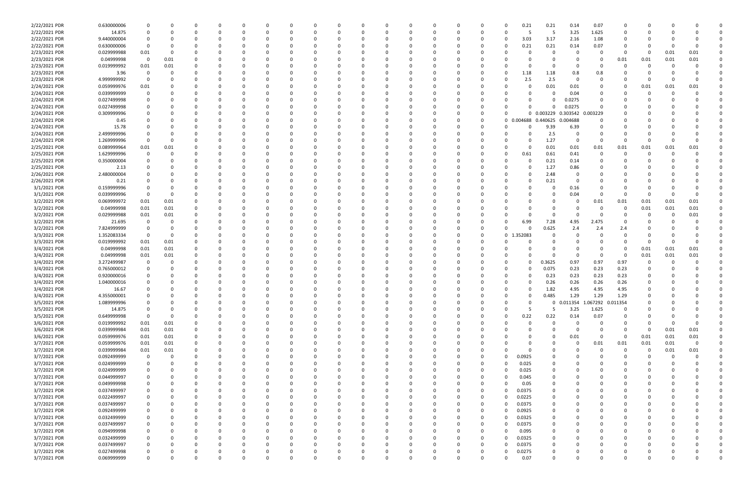| | | | | | | | | | | | | | | | | | | | | | | | | | |
|---|---|---|---|---|---|---|---|---|---|---|---|---|---|---|---|---|---|---|---|---|---|---|---|---|---|
| 2/22/2021 PDR | 0.630000006 | 0 | 0 | 0 | 0 | 0 | 0 | 0 | 0 | 0 | 0 | 0 | 0 | 0 | 0 | 0 | 0.21 | 0.21 | 0.14 | 0.07 | 0 | 0 | 0 | 0 | 0 |
| 2/22/2021 PDR | 14.875 | 0 | 0 | 0 | 0 | 0 | 0 | 0 | 0 | 0 | 0 | 0 | 0 | 0 | 0 | 0 | 5 | 5 | 3.25 | 1.625 | 0 | 0 | 0 | 0 | 0 |
| 2/22/2021 PDR | 9.440000004 | 0 | 0 | 0 | 0 | 0 | 0 | 0 | 0 | 0 | 0 | 0 | 0 | 0 | 0 | 0 | 3.03 | 3.17 | 2.16 | 1.08 | 0 | 0 | 0 | 0 | 0 |
| 2/22/2021 PDR | 0.630000006 | 0 | 0 | 0 | 0 | 0 | 0 | 0 | 0 | 0 | 0 | 0 | 0 | 0 | 0 | 0 | 0.21 | 0.21 | 0.14 | 0.07 | 0 | 0 | 0 | 0 | 0 |
| 2/23/2021 PDR | 0.029999988 | 0.01 | 0 | 0 | 0 | 0 | 0 | 0 | 0 | 0 | 0 | 0 | 0 | 0 | 0 | 0 | 0 | 0 | 0 | 0 | 0 | 0 | 0.01 | 0.01 | 0 |
| 2/23/2021 PDR | 0.04999998 | 0 | 0.01 | 0 | 0 | 0 | 0 | 0 | 0 | 0 | 0 | 0 | 0 | 0 | 0 | 0 | 0 | 0 | 0 | 0 | 0.01 | 0.01 | 0.01 | 0.01 | 0 |
| 2/23/2021 PDR | 0.019999992 | 0.01 | 0.01 | 0 | 0 | 0 | 0 | 0 | 0 | 0 | 0 | 0 | 0 | 0 | 0 | 0 | 0 | 0 | 0 | 0 | 0 | 0 | 0 | 0 | 0 |
| 2/23/2021 PDR | 3.96 | 0 | 0 | 0 | 0 | 0 | 0 | 0 | 0 | 0 | 0 | 0 | 0 | 0 | 0 | 0 | 1.18 | 1.18 | 0.8 | 0.8 | 0 | 0 | 0 | 0 | 0 |
| 2/23/2021 PDR | 4.999999992 | 0 | 0 | 0 | 0 | 0 | 0 | 0 | 0 | 0 | 0 | 0 | 0 | 0 | 0 | 0 | 2.5 | 2.5 | 0 | 0 | 0 | 0 | 0 | 0 | 0 |
| 2/24/2021 PDR | 0.059999976 | 0.01 | 0 | 0 | 0 | 0 | 0 | 0 | 0 | 0 | 0 | 0 | 0 | 0 | 0 | 0 | 0 | 0.01 | 0.01 | 0 | 0 | 0.01 | 0.01 | 0.01 | 0 |
| 2/24/2021 PDR | 0.039999999 | 0 | 0 | 0 | 0 | 0 | 0 | 0 | 0 | 0 | 0 | 0 | 0 | 0 | 0 | 0 | 0 | 0 | 0.04 | 0 | 0 | 0 | 0 | 0 | 0 |
| 2/24/2021 PDR | 0.027499998 | 0 | 0 | 0 | 0 | 0 | 0 | 0 | 0 | 0 | 0 | 0 | 0 | 0 | 0 | 0 | 0 | 0 | 0.0275 | 0 | 0 | 0 | 0 | 0 | 0 |
| 2/24/2021 PDR | 0.027499998 | 0 | 0 | 0 | 0 | 0 | 0 | 0 | 0 | 0 | 0 | 0 | 0 | 0 | 0 | 0 | 0 | 0 | 0.0275 | 0 | 0 | 0 | 0 | 0 | 0 |
| 2/24/2021 PDR | 0.309999996 | 0 | 0 | 0 | 0 | 0 | 0 | 0 | 0 | 0 | 0 | 0 | 0 | 0 | 0 | 0 | 0 | 0.003229 | 0.303542 | 0.003229 | 0 | 0 | 0 | 0 | 0 |
| 2/24/2021 PDR | 0.45 | 0 | 0 | 0 | 0 | 0 | 0 | 0 | 0 | 0 | 0 | 0 | 0 | 0 | 0 | 0 | 0.004688 | 0.440625 | 0.004688 | 0 | 0 | 0 | 0 | 0 | 0 |
| 2/24/2021 PDR | 15.78 | 0 | 0 | 0 | 0 | 0 | 0 | 0 | 0 | 0 | 0 | 0 | 0 | 0 | 0 | 0 | 0 | 9.39 | 6.39 | 0 | 0 | 0 | 0 | 0 | 0 |
| 2/24/2021 PDR | 2.499999996 | 0 | 0 | 0 | 0 | 0 | 0 | 0 | 0 | 0 | 0 | 0 | 0 | 0 | 0 | 0 | 0 | 2.5 | 0 | 0 | 0 | 0 | 0 | 0 | 0 |
| 2/24/2021 PDR | 1.269999996 | 0 | 0 | 0 | 0 | 0 | 0 | 0 | 0 | 0 | 0 | 0 | 0 | 0 | 0 | 0 | 0 | 1.27 | 0 | 0 | 0 | 0 | 0 | 0 | 0 |
| 2/25/2021 PDR | 0.089999964 | 0.01 | 0.01 | 0 | 0 | 0 | 0 | 0 | 0 | 0 | 0 | 0 | 0 | 0 | 0 | 0 | 0 | 0.01 | 0.01 | 0.01 | 0.01 | 0.01 | 0.01 | 0.01 | 0 |
| 2/25/2021 PDR | 1.629999996 | 0 | 0 | 0 | 0 | 0 | 0 | 0 | 0 | 0 | 0 | 0 | 0 | 0 | 0 | 0 | 0.61 | 0.61 | 0.41 | 0 | 0 | 0 | 0 | 0 | 0 |
| 2/25/2021 PDR | 0.350000004 | 0 | 0 | 0 | 0 | 0 | 0 | 0 | 0 | 0 | 0 | 0 | 0 | 0 | 0 | 0 | 0 | 0.21 | 0.14 | 0 | 0 | 0 | 0 | 0 | 0 |
| 2/25/2021 PDR | 2.13 | 0 | 0 | 0 | 0 | 0 | 0 | 0 | 0 | 0 | 0 | 0 | 0 | 0 | 0 | 0 | 0 | 1.27 | 0.86 | 0 | 0 | 0 | 0 | 0 | 0 |
| 2/26/2021 PDR | 2.480000004 | 0 | 0 | 0 | 0 | 0 | 0 | 0 | 0 | 0 | 0 | 0 | 0 | 0 | 0 | 0 | 0 | 2.48 | 0 | 0 | 0 | 0 | 0 | 0 | 0 |
| 2/26/2021 PDR | 0.21 | 0 | 0 | 0 | 0 | 0 | 0 | 0 | 0 | 0 | 0 | 0 | 0 | 0 | 0 | 0 | 0 | 0.21 | 0 | 0 | 0 | 0 | 0 | 0 | 0 |
| 3/1/2021 PDR | 0.159999996 | 0 | 0 | 0 | 0 | 0 | 0 | 0 | 0 | 0 | 0 | 0 | 0 | 0 | 0 | 0 | 0 | 0 | 0.16 | 0 | 0 | 0 | 0 | 0 | 0 |
| 3/1/2021 PDR | 0.039999996 | 0 | 0 | 0 | 0 | 0 | 0 | 0 | 0 | 0 | 0 | 0 | 0 | 0 | 0 | 0 | 0 | 0 | 0.04 | 0 | 0 | 0 | 0 | 0 | 0 |
| 3/2/2021 PDR | 0.069999972 | 0.01 | 0.01 | 0 | 0 | 0 | 0 | 0 | 0 | 0 | 0 | 0 | 0 | 0 | 0 | 0 | 0 | 0 | 0 | 0.01 | 0.01 | 0.01 | 0.01 | 0.01 | 0 |
| 3/2/2021 PDR | 0.04999998 | 0.01 | 0.01 | 0 | 0 | 0 | 0 | 0 | 0 | 0 | 0 | 0 | 0 | 0 | 0 | 0 | 0 | 0 | 0 | 0 | 0 | 0.01 | 0.01 | 0.01 | 0 |
| 3/2/2021 PDR | 0.029999988 | 0.01 | 0.01 | 0 | 0 | 0 | 0 | 0 | 0 | 0 | 0 | 0 | 0 | 0 | 0 | 0 | 0 | 0 | 0 | 0 | 0 | 0 | 0 | 0.01 | 0 |
| 3/2/2021 PDR | 21.695 | 0 | 0 | 0 | 0 | 0 | 0 | 0 | 0 | 0 | 0 | 0 | 0 | 0 | 0 | 0 | 6.99 | 7.28 | 4.95 | 2.475 | 0 | 0 | 0 | 0 | 0 |
| 3/2/2021 PDR | 7.824999999 | 0 | 0 | 0 | 0 | 0 | 0 | 0 | 0 | 0 | 0 | 0 | 0 | 0 | 0 | 0 | 0 | 0.625 | 2.4 | 2.4 | 2.4 | 0 | 0 | 0 | 0 |
| 3/3/2021 PDR | 1.352083334 | 0 | 0 | 0 | 0 | 0 | 0 | 0 | 0 | 0 | 0 | 0 | 0 | 0 | 0 | 0 | 1.352083 | 0 | 0 | 0 | 0 | 0 | 0 | 0 | 0 |
| 3/3/2021 PDR | 0.019999992 | 0.01 | 0.01 | 0 | 0 | 0 | 0 | 0 | 0 | 0 | 0 | 0 | 0 | 0 | 0 | 0 | 0 | 0 | 0 | 0 | 0 | 0 | 0 | 0 | 0 |
| 3/4/2021 PDR | 0.04999998 | 0.01 | 0.01 | 0 | 0 | 0 | 0 | 0 | 0 | 0 | 0 | 0 | 0 | 0 | 0 | 0 | 0 | 0 | 0 | 0 | 0 | 0.01 | 0.01 | 0.01 | 0 |
| 3/4/2021 PDR | 0.04999998 | 0.01 | 0.01 | 0 | 0 | 0 | 0 | 0 | 0 | 0 | 0 | 0 | 0 | 0 | 0 | 0 | 0 | 0 | 0 | 0 | 0 | 0.01 | 0.01 | 0.01 | 0 |
| 3/4/2021 PDR | 3.272499987 | 0 | 0 | 0 | 0 | 0 | 0 | 0 | 0 | 0 | 0 | 0 | 0 | 0 | 0 | 0 | 0 | 0.3625 | 0.97 | 0.97 | 0.97 | 0 | 0 | 0 | 0 |
| 3/4/2021 PDR | 0.765000012 | 0 | 0 | 0 | 0 | 0 | 0 | 0 | 0 | 0 | 0 | 0 | 0 | 0 | 0 | 0 | 0 | 0.075 | 0.23 | 0.23 | 0.23 | 0 | 0 | 0 | 0 |
| 3/4/2021 PDR | 0.920000016 | 0 | 0 | 0 | 0 | 0 | 0 | 0 | 0 | 0 | 0 | 0 | 0 | 0 | 0 | 0 | 0 | 0.23 | 0.23 | 0.23 | 0.23 | 0 | 0 | 0 | 0 |
| 3/4/2021 PDR | 1.040000016 | 0 | 0 | 0 | 0 | 0 | 0 | 0 | 0 | 0 | 0 | 0 | 0 | 0 | 0 | 0 | 0 | 0.26 | 0.26 | 0.26 | 0.26 | 0 | 0 | 0 | 0 |
| 3/4/2021 PDR | 16.67 | 0 | 0 | 0 | 0 | 0 | 0 | 0 | 0 | 0 | 0 | 0 | 0 | 0 | 0 | 0 | 0 | 1.82 | 4.95 | 4.95 | 4.95 | 0 | 0 | 0 | 0 |
| 3/4/2021 PDR | 4.355000001 | 0 | 0 | 0 | 0 | 0 | 0 | 0 | 0 | 0 | 0 | 0 | 0 | 0 | 0 | 0 | 0 | 0.485 | 1.29 | 1.29 | 1.29 | 0 | 0 | 0 | 0 |
| 3/5/2021 PDR | 1.089999996 | 0 | 0 | 0 | 0 | 0 | 0 | 0 | 0 | 0 | 0 | 0 | 0 | 0 | 0 | 0 | 0 | 0 | 0.011354 | 1.067292 | 0.011354 | 0 | 0 | 0 | 0 |
| 3/5/2021 PDR | 14.875 | 0 | 0 | 0 | 0 | 0 | 0 | 0 | 0 | 0 | 0 | 0 | 0 | 0 | 0 | 0 | 5 | 5 | 3.25 | 1.625 | 0 | 0 | 0 | 0 | 0 |
| 3/5/2021 PDR | 0.649999998 | 0 | 0 | 0 | 0 | 0 | 0 | 0 | 0 | 0 | 0 | 0 | 0 | 0 | 0 | 0 | 0.22 | 0.22 | 0.14 | 0.07 | 0 | 0 | 0 | 0 | 0 |
| 3/6/2021 PDR | 0.019999992 | 0.01 | 0.01 | 0 | 0 | 0 | 0 | 0 | 0 | 0 | 0 | 0 | 0 | 0 | 0 | 0 | 0 | 0 | 0 | 0 | 0 | 0 | 0 | 0 | 0 |
| 3/6/2021 PDR | 0.039999984 | 0.01 | 0.01 | 0 | 0 | 0 | 0 | 0 | 0 | 0 | 0 | 0 | 0 | 0 | 0 | 0 | 0 | 0 | 0 | 0 | 0 | 0 | 0.01 | 0.01 | 0 |
| 3/6/2021 PDR | 0.059999976 | 0.01 | 0.01 | 0 | 0 | 0 | 0 | 0 | 0 | 0 | 0 | 0 | 0 | 0 | 0 | 0 | 0 | 0 | 0.01 | 0 | 0 | 0.01 | 0.01 | 0.01 | 0 |
| 3/7/2021 PDR | 0.059999976 | 0.01 | 0.01 | 0 | 0 | 0 | 0 | 0 | 0 | 0 | 0 | 0 | 0 | 0 | 0 | 0 | 0 | 0 | 0 | 0.01 | 0.01 | 0.01 | 0.01 | 0 | 0 |
| 3/7/2021 PDR | 0.039999984 | 0.01 | 0.01 | 0 | 0 | 0 | 0 | 0 | 0 | 0 | 0 | 0 | 0 | 0 | 0 | 0 | 0 | 0 | 0 | 0 | 0 | 0 | 0.01 | 0.01 | 0 |
| 3/7/2021 PDR | 0.092499999 | 0 | 0 | 0 | 0 | 0 | 0 | 0 | 0 | 0 | 0 | 0 | 0 | 0 | 0 | 0 | 0.0925 | 0 | 0 | 0 | 0 | 0 | 0 | 0 | 0 |
| 3/7/2021 PDR | 0.024999999 | 0 | 0 | 0 | 0 | 0 | 0 | 0 | 0 | 0 | 0 | 0 | 0 | 0 | 0 | 0 | 0.025 | 0 | 0 | 0 | 0 | 0 | 0 | 0 | 0 |
| 3/7/2021 PDR | 0.024999999 | 0 | 0 | 0 | 0 | 0 | 0 | 0 | 0 | 0 | 0 | 0 | 0 | 0 | 0 | 0 | 0.025 | 0 | 0 | 0 | 0 | 0 | 0 | 0 | 0 |
| 3/7/2021 PDR | 0.044999997 | 0 | 0 | 0 | 0 | 0 | 0 | 0 | 0 | 0 | 0 | 0 | 0 | 0 | 0 | 0 | 0.045 | 0 | 0 | 0 | 0 | 0 | 0 | 0 | 0 |
| 3/7/2021 PDR | 0.049999998 | 0 | 0 | 0 | 0 | 0 | 0 | 0 | 0 | 0 | 0 | 0 | 0 | 0 | 0 | 0 | 0.05 | 0 | 0 | 0 | 0 | 0 | 0 | 0 | 0 |
| 3/7/2021 PDR | 0.037499997 | 0 | 0 | 0 | 0 | 0 | 0 | 0 | 0 | 0 | 0 | 0 | 0 | 0 | 0 | 0 | 0.0375 | 0 | 0 | 0 | 0 | 0 | 0 | 0 | 0 |
| 3/7/2021 PDR | 0.022499997 | 0 | 0 | 0 | 0 | 0 | 0 | 0 | 0 | 0 | 0 | 0 | 0 | 0 | 0 | 0 | 0.0225 | 0 | 0 | 0 | 0 | 0 | 0 | 0 | 0 |
| 3/7/2021 PDR | 0.037499997 | 0 | 0 | 0 | 0 | 0 | 0 | 0 | 0 | 0 | 0 | 0 | 0 | 0 | 0 | 0 | 0.0375 | 0 | 0 | 0 | 0 | 0 | 0 | 0 | 0 |
| 3/7/2021 PDR | 0.092499999 | 0 | 0 | 0 | 0 | 0 | 0 | 0 | 0 | 0 | 0 | 0 | 0 | 0 | 0 | 0 | 0.0925 | 0 | 0 | 0 | 0 | 0 | 0 | 0 | 0 |
| 3/7/2021 PDR | 0.032499999 | 0 | 0 | 0 | 0 | 0 | 0 | 0 | 0 | 0 | 0 | 0 | 0 | 0 | 0 | 0 | 0.0325 | 0 | 0 | 0 | 0 | 0 | 0 | 0 | 0 |
| 3/7/2021 PDR | 0.037499997 | 0 | 0 | 0 | 0 | 0 | 0 | 0 | 0 | 0 | 0 | 0 | 0 | 0 | 0 | 0 | 0.0375 | 0 | 0 | 0 | 0 | 0 | 0 | 0 | 0 |
| 3/7/2021 PDR | 0.094999998 | 0 | 0 | 0 | 0 | 0 | 0 | 0 | 0 | 0 | 0 | 0 | 0 | 0 | 0 | 0 | 0.095 | 0 | 0 | 0 | 0 | 0 | 0 | 0 | 0 |
| 3/7/2021 PDR | 0.032499999 | 0 | 0 | 0 | 0 | 0 | 0 | 0 | 0 | 0 | 0 | 0 | 0 | 0 | 0 | 0 | 0.0325 | 0 | 0 | 0 | 0 | 0 | 0 | 0 | 0 |
| 3/7/2021 PDR | 0.037499997 | 0 | 0 | 0 | 0 | 0 | 0 | 0 | 0 | 0 | 0 | 0 | 0 | 0 | 0 | 0 | 0.0375 | 0 | 0 | 0 | 0 | 0 | 0 | 0 | 0 |
| 3/7/2021 PDR | 0.027499998 | 0 | 0 | 0 | 0 | 0 | 0 | 0 | 0 | 0 | 0 | 0 | 0 | 0 | 0 | 0 | 0.0275 | 0 | 0 | 0 | 0 | 0 | 0 | 0 | 0 |
| 3/7/2021 PDR | 0.069999997 | 0 | 0 | 0 | 0 | 0 | 0 | 0 | 0 | 0 | 0 | 0 | 0 | 0 | 0 | 0 | 0.07 | 0 | 0 | 0 | 0 | 0 | 0 | 0 | 0 |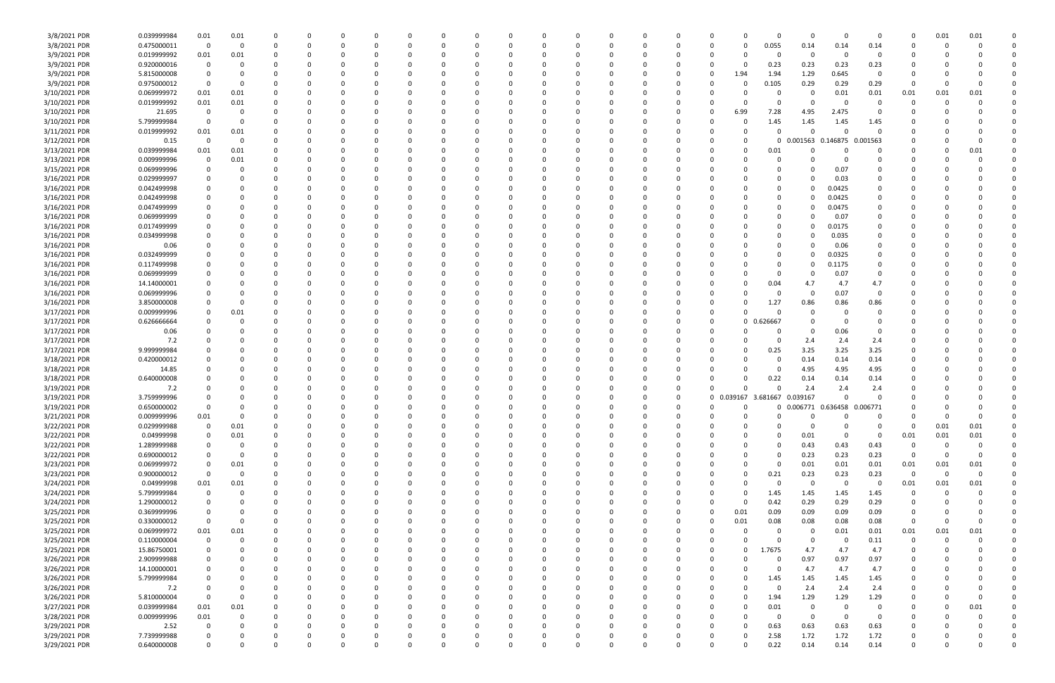| | | | | | | | | | | | | | | | | | | | | | | | | |
|---|---|---|---|---|---|---|---|---|---|---|---|---|---|---|---|---|---|---|---|---|---|---|---|---|
| 3/8/2021 PDR | 0.039999984 | 0.01 | 0.01 | 0 | 0 | 0 | 0 | 0 | 0 | 0 | 0 | 0 | 0 | 0 | 0 | 0 | 0 | 0 | 0 | 0 | 0 | 0.01 | 0.01 | 0 |
| 3/8/2021 PDR | 0.475000011 | 0 | 0 | 0 | 0 | 0 | 0 | 0 | 0 | 0 | 0 | 0 | 0 | 0 | 0 | 0 | 0.055 | 0.14 | 0.14 | 0.14 | 0 | 0 | 0 | 0 |
| 3/9/2021 PDR | 0.019999992 | 0.01 | 0.01 | 0 | 0 | 0 | 0 | 0 | 0 | 0 | 0 | 0 | 0 | 0 | 0 | 0 | 0 | 0 | 0 | 0 | 0 | 0 | 0 | 0 |
| 3/9/2021 PDR | 0.920000016 | 0 | 0 | 0 | 0 | 0 | 0 | 0 | 0 | 0 | 0 | 0 | 0 | 0 | 0 | 0 | 0.23 | 0.23 | 0.23 | 0.23 | 0 | 0 | 0 | 0 |
| 3/9/2021 PDR | 5.815000008 | 0 | 0 | 0 | 0 | 0 | 0 | 0 | 0 | 0 | 0 | 0 | 0 | 0 | 0 | 1.94 | 1.94 | 1.29 | 0.645 | 0 | 0 | 0 | 0 | 0 |
| 3/9/2021 PDR | 0.975000012 | 0 | 0 | 0 | 0 | 0 | 0 | 0 | 0 | 0 | 0 | 0 | 0 | 0 | 0 | 0 | 0.105 | 0.29 | 0.29 | 0.29 | 0 | 0 | 0 | 0 |
| 3/10/2021 PDR | 0.069999972 | 0.01 | 0.01 | 0 | 0 | 0 | 0 | 0 | 0 | 0 | 0 | 0 | 0 | 0 | 0 | 0 | 0 | 0 | 0.01 | 0.01 | 0.01 | 0.01 | 0.01 | 0 |
| 3/10/2021 PDR | 0.019999992 | 0.01 | 0.01 | 0 | 0 | 0 | 0 | 0 | 0 | 0 | 0 | 0 | 0 | 0 | 0 | 0 | 0 | 0 | 0 | 0 | 0 | 0 | 0 | 0 |
| 3/10/2021 PDR | 21.695 | 0 | 0 | 0 | 0 | 0 | 0 | 0 | 0 | 0 | 0 | 0 | 0 | 0 | 0 | 6.99 | 7.28 | 4.95 | 2.475 | 0 | 0 | 0 | 0 | 0 |
| 3/10/2021 PDR | 5.799999984 | 0 | 0 | 0 | 0 | 0 | 0 | 0 | 0 | 0 | 0 | 0 | 0 | 0 | 0 | 0 | 1.45 | 1.45 | 1.45 | 1.45 | 0 | 0 | 0 | 0 |
| 3/11/2021 PDR | 0.019999992 | 0.01 | 0.01 | 0 | 0 | 0 | 0 | 0 | 0 | 0 | 0 | 0 | 0 | 0 | 0 | 0 | 0 | 0 | 0 | 0 | 0 | 0 | 0 | 0 |
| 3/12/2021 PDR | 0.15 | 0 | 0 | 0 | 0 | 0 | 0 | 0 | 0 | 0 | 0 | 0 | 0 | 0 | 0 | 0 | 0 | 0.001563 | 0.146875 | 0.001563 | 0 | 0 | 0 | 0 |
| 3/13/2021 PDR | 0.039999984 | 0.01 | 0.01 | 0 | 0 | 0 | 0 | 0 | 0 | 0 | 0 | 0 | 0 | 0 | 0 | 0 | 0.01 | 0 | 0 | 0 | 0 | 0 | 0.01 | 0 |
| 3/13/2021 PDR | 0.009999996 | 0 | 0.01 | 0 | 0 | 0 | 0 | 0 | 0 | 0 | 0 | 0 | 0 | 0 | 0 | 0 | 0 | 0 | 0 | 0 | 0 | 0 | 0 | 0 |
| 3/15/2021 PDR | 0.069999996 | 0 | 0 | 0 | 0 | 0 | 0 | 0 | 0 | 0 | 0 | 0 | 0 | 0 | 0 | 0 | 0 | 0 | 0.07 | 0 | 0 | 0 | 0 | 0 |
| 3/16/2021 PDR | 0.029999997 | 0 | 0 | 0 | 0 | 0 | 0 | 0 | 0 | 0 | 0 | 0 | 0 | 0 | 0 | 0 | 0 | 0 | 0.03 | 0 | 0 | 0 | 0 | 0 |
| 3/16/2021 PDR | 0.042499998 | 0 | 0 | 0 | 0 | 0 | 0 | 0 | 0 | 0 | 0 | 0 | 0 | 0 | 0 | 0 | 0 | 0 | 0.0425 | 0 | 0 | 0 | 0 | 0 |
| 3/16/2021 PDR | 0.042499998 | 0 | 0 | 0 | 0 | 0 | 0 | 0 | 0 | 0 | 0 | 0 | 0 | 0 | 0 | 0 | 0 | 0 | 0.0425 | 0 | 0 | 0 | 0 | 0 |
| 3/16/2021 PDR | 0.047499999 | 0 | 0 | 0 | 0 | 0 | 0 | 0 | 0 | 0 | 0 | 0 | 0 | 0 | 0 | 0 | 0 | 0 | 0.0475 | 0 | 0 | 0 | 0 | 0 |
| 3/16/2021 PDR | 0.069999999 | 0 | 0 | 0 | 0 | 0 | 0 | 0 | 0 | 0 | 0 | 0 | 0 | 0 | 0 | 0 | 0 | 0 | 0.07 | 0 | 0 | 0 | 0 | 0 |
| 3/16/2021 PDR | 0.017499999 | 0 | 0 | 0 | 0 | 0 | 0 | 0 | 0 | 0 | 0 | 0 | 0 | 0 | 0 | 0 | 0 | 0 | 0.0175 | 0 | 0 | 0 | 0 | 0 |
| 3/16/2021 PDR | 0.034999998 | 0 | 0 | 0 | 0 | 0 | 0 | 0 | 0 | 0 | 0 | 0 | 0 | 0 | 0 | 0 | 0 | 0 | 0.035 | 0 | 0 | 0 | 0 | 0 |
| 3/16/2021 PDR | 0.06 | 0 | 0 | 0 | 0 | 0 | 0 | 0 | 0 | 0 | 0 | 0 | 0 | 0 | 0 | 0 | 0 | 0 | 0.06 | 0 | 0 | 0 | 0 | 0 |
| 3/16/2021 PDR | 0.032499999 | 0 | 0 | 0 | 0 | 0 | 0 | 0 | 0 | 0 | 0 | 0 | 0 | 0 | 0 | 0 | 0 | 0 | 0.0325 | 0 | 0 | 0 | 0 | 0 |
| 3/16/2021 PDR | 0.117499998 | 0 | 0 | 0 | 0 | 0 | 0 | 0 | 0 | 0 | 0 | 0 | 0 | 0 | 0 | 0 | 0 | 0 | 0.1175 | 0 | 0 | 0 | 0 | 0 |
| 3/16/2021 PDR | 0.069999999 | 0 | 0 | 0 | 0 | 0 | 0 | 0 | 0 | 0 | 0 | 0 | 0 | 0 | 0 | 0 | 0 | 0 | 0.07 | 0 | 0 | 0 | 0 | 0 |
| 3/16/2021 PDR | 14.14000001 | 0 | 0 | 0 | 0 | 0 | 0 | 0 | 0 | 0 | 0 | 0 | 0 | 0 | 0 | 0 | 0.04 | 4.7 | 4.7 | 4.7 | 0 | 0 | 0 | 0 |
| 3/16/2021 PDR | 0.069999996 | 0 | 0 | 0 | 0 | 0 | 0 | 0 | 0 | 0 | 0 | 0 | 0 | 0 | 0 | 0 | 0 | 0 | 0.07 | 0 | 0 | 0 | 0 | 0 |
| 3/16/2021 PDR | 3.850000008 | 0 | 0 | 0 | 0 | 0 | 0 | 0 | 0 | 0 | 0 | 0 | 0 | 0 | 0 | 0 | 1.27 | 0.86 | 0.86 | 0.86 | 0 | 0 | 0 | 0 |
| 3/17/2021 PDR | 0.009999996 | 0 | 0.01 | 0 | 0 | 0 | 0 | 0 | 0 | 0 | 0 | 0 | 0 | 0 | 0 | 0 | 0 | 0 | 0 | 0 | 0 | 0 | 0 | 0 |
| 3/17/2021 PDR | 0.626666664 | 0 | 0 | 0 | 0 | 0 | 0 | 0 | 0 | 0 | 0 | 0 | 0 | 0 | 0 | 0 | 0.626667 | 0 | 0 | 0 | 0 | 0 | 0 | 0 |
| 3/17/2021 PDR | 0.06 | 0 | 0 | 0 | 0 | 0 | 0 | 0 | 0 | 0 | 0 | 0 | 0 | 0 | 0 | 0 | 0 | 0 | 0.06 | 0 | 0 | 0 | 0 | 0 |
| 3/17/2021 PDR | 7.2 | 0 | 0 | 0 | 0 | 0 | 0 | 0 | 0 | 0 | 0 | 0 | 0 | 0 | 0 | 0 | 0 | 2.4 | 2.4 | 2.4 | 0 | 0 | 0 | 0 |
| 3/17/2021 PDR | 9.999999984 | 0 | 0 | 0 | 0 | 0 | 0 | 0 | 0 | 0 | 0 | 0 | 0 | 0 | 0 | 0 | 0.25 | 3.25 | 3.25 | 3.25 | 0 | 0 | 0 | 0 |
| 3/18/2021 PDR | 0.420000012 | 0 | 0 | 0 | 0 | 0 | 0 | 0 | 0 | 0 | 0 | 0 | 0 | 0 | 0 | 0 | 0 | 0.14 | 0.14 | 0.14 | 0 | 0 | 0 | 0 |
| 3/18/2021 PDR | 14.85 | 0 | 0 | 0 | 0 | 0 | 0 | 0 | 0 | 0 | 0 | 0 | 0 | 0 | 0 | 0 | 0 | 4.95 | 4.95 | 4.95 | 0 | 0 | 0 | 0 |
| 3/18/2021 PDR | 0.640000008 | 0 | 0 | 0 | 0 | 0 | 0 | 0 | 0 | 0 | 0 | 0 | 0 | 0 | 0 | 0 | 0.22 | 0.14 | 0.14 | 0.14 | 0 | 0 | 0 | 0 |
| 3/19/2021 PDR | 7.2 | 0 | 0 | 0 | 0 | 0 | 0 | 0 | 0 | 0 | 0 | 0 | 0 | 0 | 0 | 0 | 0 | 2.4 | 2.4 | 2.4 | 0 | 0 | 0 | 0 |
| 3/19/2021 PDR | 3.759999996 | 0 | 0 | 0 | 0 | 0 | 0 | 0 | 0 | 0 | 0 | 0 | 0 | 0 | 0 | 0.039167 | 3.681667 | 0.039167 | 0 | 0 | 0 | 0 | 0 | 0 |
| 3/19/2021 PDR | 0.650000002 | 0 | 0 | 0 | 0 | 0 | 0 | 0 | 0 | 0 | 0 | 0 | 0 | 0 | 0 | 0 | 0 | 0.006771 | 0.636458 | 0.006771 | 0 | 0 | 0 | 0 |
| 3/21/2021 PDR | 0.009999996 | 0.01 | 0 | 0 | 0 | 0 | 0 | 0 | 0 | 0 | 0 | 0 | 0 | 0 | 0 | 0 | 0 | 0 | 0 | 0 | 0 | 0 | 0 | 0 |
| 3/22/2021 PDR | 0.029999988 | 0 | 0.01 | 0 | 0 | 0 | 0 | 0 | 0 | 0 | 0 | 0 | 0 | 0 | 0 | 0 | 0 | 0 | 0 | 0 | 0 | 0.01 | 0.01 | 0 |
| 3/22/2021 PDR | 0.04999998 | 0 | 0.01 | 0 | 0 | 0 | 0 | 0 | 0 | 0 | 0 | 0 | 0 | 0 | 0 | 0 | 0 | 0.01 | 0 | 0 | 0.01 | 0.01 | 0.01 | 0 |
| 3/22/2021 PDR | 1.289999988 | 0 | 0 | 0 | 0 | 0 | 0 | 0 | 0 | 0 | 0 | 0 | 0 | 0 | 0 | 0 | 0 | 0.43 | 0.43 | 0.43 | 0 | 0 | 0 | 0 |
| 3/22/2021 PDR | 0.690000012 | 0 | 0 | 0 | 0 | 0 | 0 | 0 | 0 | 0 | 0 | 0 | 0 | 0 | 0 | 0 | 0 | 0.23 | 0.23 | 0.23 | 0 | 0 | 0 | 0 |
| 3/23/2021 PDR | 0.069999972 | 0 | 0.01 | 0 | 0 | 0 | 0 | 0 | 0 | 0 | 0 | 0 | 0 | 0 | 0 | 0 | 0 | 0.01 | 0.01 | 0.01 | 0.01 | 0.01 | 0.01 | 0 |
| 3/23/2021 PDR | 0.900000012 | 0 | 0 | 0 | 0 | 0 | 0 | 0 | 0 | 0 | 0 | 0 | 0 | 0 | 0 | 0 | 0.21 | 0.23 | 0.23 | 0.23 | 0 | 0 | 0 | 0 |
| 3/24/2021 PDR | 0.04999998 | 0.01 | 0.01 | 0 | 0 | 0 | 0 | 0 | 0 | 0 | 0 | 0 | 0 | 0 | 0 | 0 | 0 | 0 | 0 | 0 | 0.01 | 0.01 | 0.01 | 0 |
| 3/24/2021 PDR | 5.799999984 | 0 | 0 | 0 | 0 | 0 | 0 | 0 | 0 | 0 | 0 | 0 | 0 | 0 | 0 | 0 | 1.45 | 1.45 | 1.45 | 1.45 | 0 | 0 | 0 | 0 |
| 3/24/2021 PDR | 1.290000012 | 0 | 0 | 0 | 0 | 0 | 0 | 0 | 0 | 0 | 0 | 0 | 0 | 0 | 0 | 0 | 0.42 | 0.29 | 0.29 | 0.29 | 0 | 0 | 0 | 0 |
| 3/25/2021 PDR | 0.369999996 | 0 | 0 | 0 | 0 | 0 | 0 | 0 | 0 | 0 | 0 | 0 | 0 | 0 | 0 | 0.01 | 0.09 | 0.09 | 0.09 | 0.09 | 0 | 0 | 0 | 0 |
| 3/25/2021 PDR | 0.330000012 | 0 | 0 | 0 | 0 | 0 | 0 | 0 | 0 | 0 | 0 | 0 | 0 | 0 | 0 | 0.01 | 0.08 | 0.08 | 0.08 | 0.08 | 0 | 0 | 0 | 0 |
| 3/25/2021 PDR | 0.069999972 | 0.01 | 0.01 | 0 | 0 | 0 | 0 | 0 | 0 | 0 | 0 | 0 | 0 | 0 | 0 | 0 | 0 | 0 | 0.01 | 0.01 | 0.01 | 0.01 | 0.01 | 0 |
| 3/25/2021 PDR | 0.110000004 | 0 | 0 | 0 | 0 | 0 | 0 | 0 | 0 | 0 | 0 | 0 | 0 | 0 | 0 | 0 | 0 | 0 | 0 | 0.11 | 0 | 0 | 0 | 0 |
| 3/25/2021 PDR | 15.86750001 | 0 | 0 | 0 | 0 | 0 | 0 | 0 | 0 | 0 | 0 | 0 | 0 | 0 | 0 | 0 | 1.7675 | 4.7 | 4.7 | 4.7 | 0 | 0 | 0 | 0 |
| 3/26/2021 PDR | 2.909999988 | 0 | 0 | 0 | 0 | 0 | 0 | 0 | 0 | 0 | 0 | 0 | 0 | 0 | 0 | 0 | 0 | 0.97 | 0.97 | 0.97 | 0 | 0 | 0 | 0 |
| 3/26/2021 PDR | 14.10000001 | 0 | 0 | 0 | 0 | 0 | 0 | 0 | 0 | 0 | 0 | 0 | 0 | 0 | 0 | 0 | 0 | 4.7 | 4.7 | 4.7 | 0 | 0 | 0 | 0 |
| 3/26/2021 PDR | 5.799999984 | 0 | 0 | 0 | 0 | 0 | 0 | 0 | 0 | 0 | 0 | 0 | 0 | 0 | 0 | 0 | 1.45 | 1.45 | 1.45 | 1.45 | 0 | 0 | 0 | 0 |
| 3/26/2021 PDR | 7.2 | 0 | 0 | 0 | 0 | 0 | 0 | 0 | 0 | 0 | 0 | 0 | 0 | 0 | 0 | 0 | 0 | 2.4 | 2.4 | 2.4 | 0 | 0 | 0 | 0 |
| 3/26/2021 PDR | 5.810000004 | 0 | 0 | 0 | 0 | 0 | 0 | 0 | 0 | 0 | 0 | 0 | 0 | 0 | 0 | 0 | 1.94 | 1.29 | 1.29 | 1.29 | 0 | 0 | 0 | 0 |
| 3/27/2021 PDR | 0.039999984 | 0.01 | 0.01 | 0 | 0 | 0 | 0 | 0 | 0 | 0 | 0 | 0 | 0 | 0 | 0 | 0 | 0.01 | 0 | 0 | 0 | 0 | 0 | 0.01 | 0 |
| 3/28/2021 PDR | 0.009999996 | 0.01 | 0 | 0 | 0 | 0 | 0 | 0 | 0 | 0 | 0 | 0 | 0 | 0 | 0 | 0 | 0 | 0 | 0 | 0 | 0 | 0 | 0 | 0 |
| 3/29/2021 PDR | 2.52 | 0 | 0 | 0 | 0 | 0 | 0 | 0 | 0 | 0 | 0 | 0 | 0 | 0 | 0 | 0 | 0.63 | 0.63 | 0.63 | 0.63 | 0 | 0 | 0 | 0 |
| 3/29/2021 PDR | 7.739999988 | 0 | 0 | 0 | 0 | 0 | 0 | 0 | 0 | 0 | 0 | 0 | 0 | 0 | 0 | 0 | 2.58 | 1.72 | 1.72 | 1.72 | 0 | 0 | 0 | 0 |
| 3/29/2021 PDR | 0.640000008 | 0 | 0 | 0 | 0 | 0 | 0 | 0 | 0 | 0 | 0 | 0 | 0 | 0 | 0 | 0 | 0.22 | 0.14 | 0.14 | 0.14 | 0 | 0 | 0 | 0 |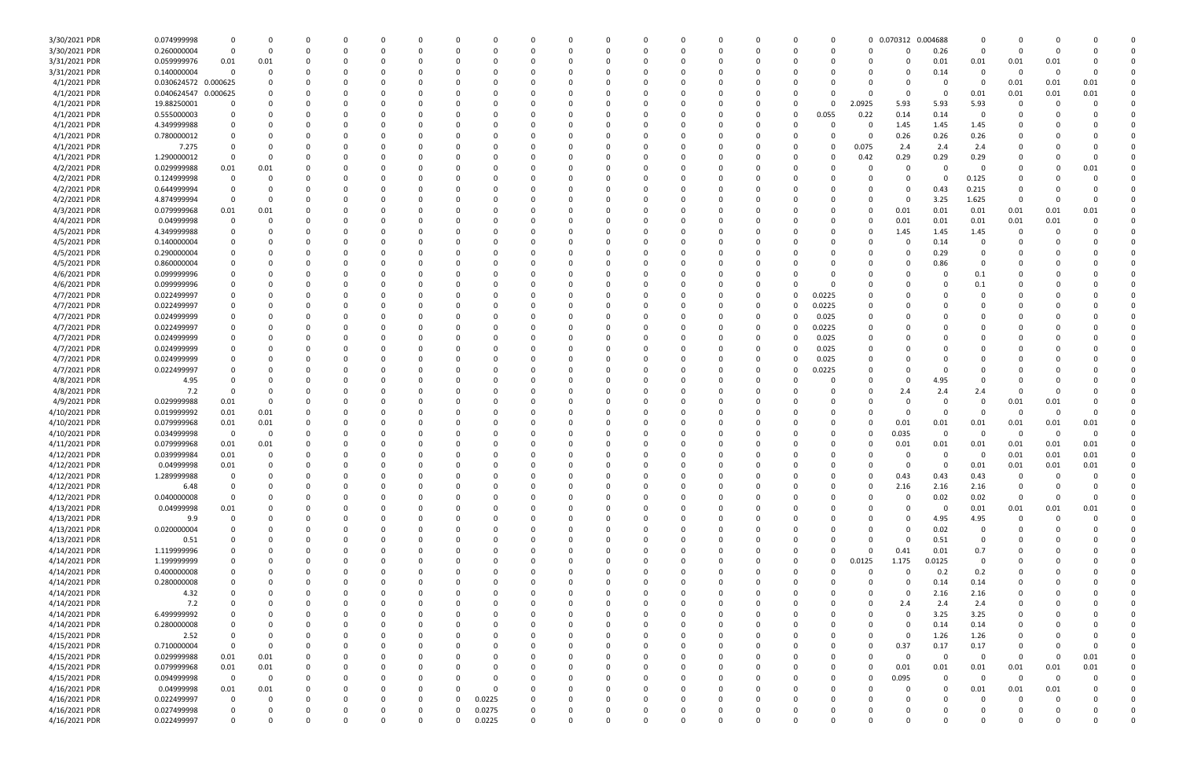| | | | | | | | | | | | | | | | | | | | | | | | | | | |
|---|---|---|---|---|---|---|---|---|---|---|---|---|---|---|---|---|---|---|---|---|---|---|---|---|---|---|
| 3/30/2021 PDR | 0.074999998 | 0 | 0 | 0 | 0 | 0 | 0 | 0 | 0 | 0 | 0 | 0 | 0 | 0 | 0 | 0 | 0 | 0 | 0 | 0.070312 | 0.004688 | 0 | 0 | 0 | 0 | 0 |
| 3/30/2021 PDR | 0.260000004 | 0 | 0 | 0 | 0 | 0 | 0 | 0 | 0 | 0 | 0 | 0 | 0 | 0 | 0 | 0 | 0 | 0 | 0 | 0 | 0.26 | 0 | 0 | 0 | 0 | 0 |
| 3/31/2021 PDR | 0.059999976 | 0.01 | 0.01 | 0 | 0 | 0 | 0 | 0 | 0 | 0 | 0 | 0 | 0 | 0 | 0 | 0 | 0 | 0 | 0 | 0 | 0.01 | 0.01 | 0.01 | 0 | 0 | 0 |
| 3/31/2021 PDR | 0.140000004 | 0 | 0 | 0 | 0 | 0 | 0 | 0 | 0 | 0 | 0 | 0 | 0 | 0 | 0 | 0 | 0 | 0 | 0 | 0 | 0.14 | 0 | 0 | 0 | 0 | 0 |
| 4/1/2021 PDR | 0.030624572 | 0.000625 | 0 | 0 | 0 | 0 | 0 | 0 | 0 | 0 | 0 | 0 | 0 | 0 | 0 | 0 | 0 | 0 | 0 | 0 | 0 | 0 | 0.01 | 0.01 | 0.01 | 0 |
| 4/1/2021 PDR | 0.040624547 | 0.000625 | 0 | 0 | 0 | 0 | 0 | 0 | 0 | 0 | 0 | 0 | 0 | 0 | 0 | 0 | 0 | 0 | 0 | 0 | 0 | 0.01 | 0.01 | 0.01 | 0.01 | 0 |
| 4/1/2021 PDR | 19.88250001 | 0 | 0 | 0 | 0 | 0 | 0 | 0 | 0 | 0 | 0 | 0 | 0 | 0 | 0 | 0 | 0 | 0 | 2.0925 | 5.93 | 5.93 | 5.93 | 0 | 0 | 0 | 0 |
| 4/1/2021 PDR | 0.555000003 | 0 | 0 | 0 | 0 | 0 | 0 | 0 | 0 | 0 | 0 | 0 | 0 | 0 | 0 | 0 | 0 | 0.055 | 0.22 | 0.14 | 0.14 | 0 | 0 | 0 | 0 | 0 |
| 4/1/2021 PDR | 4.349999988 | 0 | 0 | 0 | 0 | 0 | 0 | 0 | 0 | 0 | 0 | 0 | 0 | 0 | 0 | 0 | 0 | 0 | 0 | 1.45 | 1.45 | 1.45 | 0 | 0 | 0 | 0 |
| 4/1/2021 PDR | 0.780000012 | 0 | 0 | 0 | 0 | 0 | 0 | 0 | 0 | 0 | 0 | 0 | 0 | 0 | 0 | 0 | 0 | 0 | 0 | 0.26 | 0.26 | 0.26 | 0 | 0 | 0 | 0 |
| 4/1/2021 PDR | 7.275 | 0 | 0 | 0 | 0 | 0 | 0 | 0 | 0 | 0 | 0 | 0 | 0 | 0 | 0 | 0 | 0 | 0 | 0.075 | 2.4 | 2.4 | 2.4 | 0 | 0 | 0 | 0 |
| 4/1/2021 PDR | 1.290000012 | 0 | 0 | 0 | 0 | 0 | 0 | 0 | 0 | 0 | 0 | 0 | 0 | 0 | 0 | 0 | 0 | 0 | 0.42 | 0.29 | 0.29 | 0.29 | 0 | 0 | 0 | 0 |
| 4/2/2021 PDR | 0.029999988 | 0.01 | 0.01 | 0 | 0 | 0 | 0 | 0 | 0 | 0 | 0 | 0 | 0 | 0 | 0 | 0 | 0 | 0 | 0 | 0 | 0 | 0 | 0 | 0 | 0.01 | 0 |
| 4/2/2021 PDR | 0.124999998 | 0 | 0 | 0 | 0 | 0 | 0 | 0 | 0 | 0 | 0 | 0 | 0 | 0 | 0 | 0 | 0 | 0 | 0 | 0 | 0 | 0.125 | 0 | 0 | 0 | 0 |
| 4/2/2021 PDR | 0.644999994 | 0 | 0 | 0 | 0 | 0 | 0 | 0 | 0 | 0 | 0 | 0 | 0 | 0 | 0 | 0 | 0 | 0 | 0 | 0 | 0.43 | 0.215 | 0 | 0 | 0 | 0 |
| 4/2/2021 PDR | 4.874999994 | 0 | 0 | 0 | 0 | 0 | 0 | 0 | 0 | 0 | 0 | 0 | 0 | 0 | 0 | 0 | 0 | 0 | 0 | 0 | 3.25 | 1.625 | 0 | 0 | 0 | 0 |
| 4/3/2021 PDR | 0.079999968 | 0.01 | 0.01 | 0 | 0 | 0 | 0 | 0 | 0 | 0 | 0 | 0 | 0 | 0 | 0 | 0 | 0 | 0 | 0 | 0.01 | 0.01 | 0.01 | 0.01 | 0.01 | 0.01 | 0 |
| 4/4/2021 PDR | 0.04999998 | 0 | 0 | 0 | 0 | 0 | 0 | 0 | 0 | 0 | 0 | 0 | 0 | 0 | 0 | 0 | 0 | 0 | 0 | 0.01 | 0.01 | 0.01 | 0.01 | 0.01 | 0 | 0 |
| 4/5/2021 PDR | 4.349999988 | 0 | 0 | 0 | 0 | 0 | 0 | 0 | 0 | 0 | 0 | 0 | 0 | 0 | 0 | 0 | 0 | 0 | 0 | 1.45 | 1.45 | 1.45 | 0 | 0 | 0 | 0 |
| 4/5/2021 PDR | 0.140000004 | 0 | 0 | 0 | 0 | 0 | 0 | 0 | 0 | 0 | 0 | 0 | 0 | 0 | 0 | 0 | 0 | 0 | 0 | 0 | 0.14 | 0 | 0 | 0 | 0 | 0 |
| 4/5/2021 PDR | 0.290000004 | 0 | 0 | 0 | 0 | 0 | 0 | 0 | 0 | 0 | 0 | 0 | 0 | 0 | 0 | 0 | 0 | 0 | 0 | 0 | 0.29 | 0 | 0 | 0 | 0 | 0 |
| 4/5/2021 PDR | 0.860000004 | 0 | 0 | 0 | 0 | 0 | 0 | 0 | 0 | 0 | 0 | 0 | 0 | 0 | 0 | 0 | 0 | 0 | 0 | 0 | 0.86 | 0 | 0 | 0 | 0 | 0 |
| 4/6/2021 PDR | 0.099999996 | 0 | 0 | 0 | 0 | 0 | 0 | 0 | 0 | 0 | 0 | 0 | 0 | 0 | 0 | 0 | 0 | 0 | 0 | 0 | 0 | 0.1 | 0 | 0 | 0 | 0 |
| 4/6/2021 PDR | 0.099999996 | 0 | 0 | 0 | 0 | 0 | 0 | 0 | 0 | 0 | 0 | 0 | 0 | 0 | 0 | 0 | 0 | 0 | 0 | 0 | 0 | 0.1 | 0 | 0 | 0 | 0 |
| 4/7/2021 PDR | 0.022499997 | 0 | 0 | 0 | 0 | 0 | 0 | 0 | 0 | 0 | 0 | 0 | 0 | 0 | 0 | 0 | 0 | 0.0225 | 0 | 0 | 0 | 0 | 0 | 0 | 0 | 0 |
| 4/7/2021 PDR | 0.022499997 | 0 | 0 | 0 | 0 | 0 | 0 | 0 | 0 | 0 | 0 | 0 | 0 | 0 | 0 | 0 | 0 | 0.0225 | 0 | 0 | 0 | 0 | 0 | 0 | 0 | 0 |
| 4/7/2021 PDR | 0.024999999 | 0 | 0 | 0 | 0 | 0 | 0 | 0 | 0 | 0 | 0 | 0 | 0 | 0 | 0 | 0 | 0 | 0.025 | 0 | 0 | 0 | 0 | 0 | 0 | 0 | 0 |
| 4/7/2021 PDR | 0.022499997 | 0 | 0 | 0 | 0 | 0 | 0 | 0 | 0 | 0 | 0 | 0 | 0 | 0 | 0 | 0 | 0 | 0.0225 | 0 | 0 | 0 | 0 | 0 | 0 | 0 | 0 |
| 4/7/2021 PDR | 0.024999999 | 0 | 0 | 0 | 0 | 0 | 0 | 0 | 0 | 0 | 0 | 0 | 0 | 0 | 0 | 0 | 0 | 0.025 | 0 | 0 | 0 | 0 | 0 | 0 | 0 | 0 |
| 4/7/2021 PDR | 0.024999999 | 0 | 0 | 0 | 0 | 0 | 0 | 0 | 0 | 0 | 0 | 0 | 0 | 0 | 0 | 0 | 0 | 0.025 | 0 | 0 | 0 | 0 | 0 | 0 | 0 | 0 |
| 4/7/2021 PDR | 0.024999999 | 0 | 0 | 0 | 0 | 0 | 0 | 0 | 0 | 0 | 0 | 0 | 0 | 0 | 0 | 0 | 0 | 0.025 | 0 | 0 | 0 | 0 | 0 | 0 | 0 | 0 |
| 4/7/2021 PDR | 0.022499997 | 0 | 0 | 0 | 0 | 0 | 0 | 0 | 0 | 0 | 0 | 0 | 0 | 0 | 0 | 0 | 0 | 0.0225 | 0 | 0 | 0 | 0 | 0 | 0 | 0 | 0 |
| 4/8/2021 PDR | 4.95 | 0 | 0 | 0 | 0 | 0 | 0 | 0 | 0 | 0 | 0 | 0 | 0 | 0 | 0 | 0 | 0 | 0 | 0 | 0 | 4.95 | 0 | 0 | 0 | 0 | 0 |
| 4/8/2021 PDR | 7.2 | 0 | 0 | 0 | 0 | 0 | 0 | 0 | 0 | 0 | 0 | 0 | 0 | 0 | 0 | 0 | 0 | 0 | 0 | 2.4 | 2.4 | 2.4 | 0 | 0 | 0 | 0 |
| 4/9/2021 PDR | 0.029999988 | 0.01 | 0 | 0 | 0 | 0 | 0 | 0 | 0 | 0 | 0 | 0 | 0 | 0 | 0 | 0 | 0 | 0 | 0 | 0 | 0 | 0 | 0.01 | 0.01 | 0 | 0 |
| 4/10/2021 PDR | 0.019999992 | 0.01 | 0.01 | 0 | 0 | 0 | 0 | 0 | 0 | 0 | 0 | 0 | 0 | 0 | 0 | 0 | 0 | 0 | 0 | 0 | 0 | 0 | 0 | 0 | 0 | 0 |
| 4/10/2021 PDR | 0.079999968 | 0.01 | 0.01 | 0 | 0 | 0 | 0 | 0 | 0 | 0 | 0 | 0 | 0 | 0 | 0 | 0 | 0 | 0 | 0 | 0.01 | 0.01 | 0.01 | 0.01 | 0.01 | 0.01 | 0 |
| 4/10/2021 PDR | 0.034999998 | 0 | 0 | 0 | 0 | 0 | 0 | 0 | 0 | 0 | 0 | 0 | 0 | 0 | 0 | 0 | 0 | 0 | 0 | 0.035 | 0 | 0 | 0 | 0 | 0 | 0 |
| 4/11/2021 PDR | 0.079999968 | 0.01 | 0.01 | 0 | 0 | 0 | 0 | 0 | 0 | 0 | 0 | 0 | 0 | 0 | 0 | 0 | 0 | 0 | 0 | 0.01 | 0.01 | 0.01 | 0.01 | 0.01 | 0.01 | 0 |
| 4/12/2021 PDR | 0.039999984 | 0.01 | 0 | 0 | 0 | 0 | 0 | 0 | 0 | 0 | 0 | 0 | 0 | 0 | 0 | 0 | 0 | 0 | 0 | 0 | 0 | 0 | 0.01 | 0.01 | 0.01 | 0 |
| 4/12/2021 PDR | 0.04999998 | 0.01 | 0 | 0 | 0 | 0 | 0 | 0 | 0 | 0 | 0 | 0 | 0 | 0 | 0 | 0 | 0 | 0 | 0 | 0 | 0 | 0.01 | 0.01 | 0.01 | 0.01 | 0 |
| 4/12/2021 PDR | 1.289999988 | 0 | 0 | 0 | 0 | 0 | 0 | 0 | 0 | 0 | 0 | 0 | 0 | 0 | 0 | 0 | 0 | 0 | 0 | 0.43 | 0.43 | 0.43 | 0 | 0 | 0 | 0 |
| 4/12/2021 PDR | 6.48 | 0 | 0 | 0 | 0 | 0 | 0 | 0 | 0 | 0 | 0 | 0 | 0 | 0 | 0 | 0 | 0 | 0 | 0 | 2.16 | 2.16 | 2.16 | 0 | 0 | 0 | 0 |
| 4/12/2021 PDR | 0.040000008 | 0 | 0 | 0 | 0 | 0 | 0 | 0 | 0 | 0 | 0 | 0 | 0 | 0 | 0 | 0 | 0 | 0 | 0 | 0 | 0.02 | 0.02 | 0 | 0 | 0 | 0 |
| 4/13/2021 PDR | 0.04999998 | 0.01 | 0 | 0 | 0 | 0 | 0 | 0 | 0 | 0 | 0 | 0 | 0 | 0 | 0 | 0 | 0 | 0 | 0 | 0 | 0 | 0.01 | 0.01 | 0.01 | 0.01 | 0 |
| 4/13/2021 PDR | 9.9 | 0 | 0 | 0 | 0 | 0 | 0 | 0 | 0 | 0 | 0 | 0 | 0 | 0 | 0 | 0 | 0 | 0 | 0 | 0 | 4.95 | 4.95 | 0 | 0 | 0 | 0 |
| 4/13/2021 PDR | 0.020000004 | 0 | 0 | 0 | 0 | 0 | 0 | 0 | 0 | 0 | 0 | 0 | 0 | 0 | 0 | 0 | 0 | 0 | 0 | 0 | 0.02 | 0 | 0 | 0 | 0 | 0 |
| 4/13/2021 PDR | 0.51 | 0 | 0 | 0 | 0 | 0 | 0 | 0 | 0 | 0 | 0 | 0 | 0 | 0 | 0 | 0 | 0 | 0 | 0 | 0 | 0.51 | 0 | 0 | 0 | 0 | 0 |
| 4/14/2021 PDR | 1.119999996 | 0 | 0 | 0 | 0 | 0 | 0 | 0 | 0 | 0 | 0 | 0 | 0 | 0 | 0 | 0 | 0 | 0 | 0 | 0.41 | 0.01 | 0.7 | 0 | 0 | 0 | 0 |
| 4/14/2021 PDR | 1.199999999 | 0 | 0 | 0 | 0 | 0 | 0 | 0 | 0 | 0 | 0 | 0 | 0 | 0 | 0 | 0 | 0 | 0 | 0.0125 | 1.175 | 0.0125 | 0 | 0 | 0 | 0 | 0 |
| 4/14/2021 PDR | 0.400000008 | 0 | 0 | 0 | 0 | 0 | 0 | 0 | 0 | 0 | 0 | 0 | 0 | 0 | 0 | 0 | 0 | 0 | 0 | 0 | 0.2 | 0.2 | 0 | 0 | 0 | 0 |
| 4/14/2021 PDR | 0.280000008 | 0 | 0 | 0 | 0 | 0 | 0 | 0 | 0 | 0 | 0 | 0 | 0 | 0 | 0 | 0 | 0 | 0 | 0 | 0 | 0.14 | 0.14 | 0 | 0 | 0 | 0 |
| 4/14/2021 PDR | 4.32 | 0 | 0 | 0 | 0 | 0 | 0 | 0 | 0 | 0 | 0 | 0 | 0 | 0 | 0 | 0 | 0 | 0 | 0 | 0 | 2.16 | 2.16 | 0 | 0 | 0 | 0 |
| 4/14/2021 PDR | 7.2 | 0 | 0 | 0 | 0 | 0 | 0 | 0 | 0 | 0 | 0 | 0 | 0 | 0 | 0 | 0 | 0 | 0 | 0 | 2.4 | 2.4 | 2.4 | 0 | 0 | 0 | 0 |
| 4/14/2021 PDR | 6.499999992 | 0 | 0 | 0 | 0 | 0 | 0 | 0 | 0 | 0 | 0 | 0 | 0 | 0 | 0 | 0 | 0 | 0 | 0 | 0 | 3.25 | 3.25 | 0 | 0 | 0 | 0 |
| 4/14/2021 PDR | 0.280000008 | 0 | 0 | 0 | 0 | 0 | 0 | 0 | 0 | 0 | 0 | 0 | 0 | 0 | 0 | 0 | 0 | 0 | 0 | 0 | 0.14 | 0.14 | 0 | 0 | 0 | 0 |
| 4/15/2021 PDR | 2.52 | 0 | 0 | 0 | 0 | 0 | 0 | 0 | 0 | 0 | 0 | 0 | 0 | 0 | 0 | 0 | 0 | 0 | 0 | 0 | 1.26 | 1.26 | 0 | 0 | 0 | 0 |
| 4/15/2021 PDR | 0.710000004 | 0 | 0 | 0 | 0 | 0 | 0 | 0 | 0 | 0 | 0 | 0 | 0 | 0 | 0 | 0 | 0 | 0 | 0 | 0.37 | 0.17 | 0.17 | 0 | 0 | 0 | 0 |
| 4/15/2021 PDR | 0.029999988 | 0.01 | 0.01 | 0 | 0 | 0 | 0 | 0 | 0 | 0 | 0 | 0 | 0 | 0 | 0 | 0 | 0 | 0 | 0 | 0 | 0 | 0 | 0 | 0 | 0.01 | 0 |
| 4/15/2021 PDR | 0.079999968 | 0.01 | 0.01 | 0 | 0 | 0 | 0 | 0 | 0 | 0 | 0 | 0 | 0 | 0 | 0 | 0 | 0 | 0 | 0 | 0.01 | 0.01 | 0.01 | 0.01 | 0.01 | 0.01 | 0 |
| 4/15/2021 PDR | 0.094999998 | 0 | 0 | 0 | 0 | 0 | 0 | 0 | 0 | 0 | 0 | 0 | 0 | 0 | 0 | 0 | 0 | 0 | 0 | 0.095 | 0 | 0 | 0 | 0 | 0 | 0 |
| 4/16/2021 PDR | 0.04999998 | 0.01 | 0.01 | 0 | 0 | 0 | 0 | 0 | 0 | 0 | 0 | 0 | 0 | 0 | 0 | 0 | 0 | 0 | 0 | 0 | 0 | 0.01 | 0.01 | 0.01 | 0 | 0 |
| 4/16/2021 PDR | 0.022499997 | 0 | 0 | 0 | 0 | 0 | 0 | 0 | 0.0225 | 0 | 0 | 0 | 0 | 0 | 0 | 0 | 0 | 0 | 0 | 0 | 0 | 0 | 0 | 0 | 0 | 0 |
| 4/16/2021 PDR | 0.027499998 | 0 | 0 | 0 | 0 | 0 | 0 | 0 | 0.0275 | 0 | 0 | 0 | 0 | 0 | 0 | 0 | 0 | 0 | 0 | 0 | 0 | 0 | 0 | 0 | 0 | 0 |
| 4/16/2021 PDR | 0.022499997 | 0 | 0 | 0 | 0 | 0 | 0 | 0 | 0.0225 | 0 | 0 | 0 | 0 | 0 | 0 | 0 | 0 | 0 | 0 | 0 | 0 | 0 | 0 | 0 | 0 | 0 |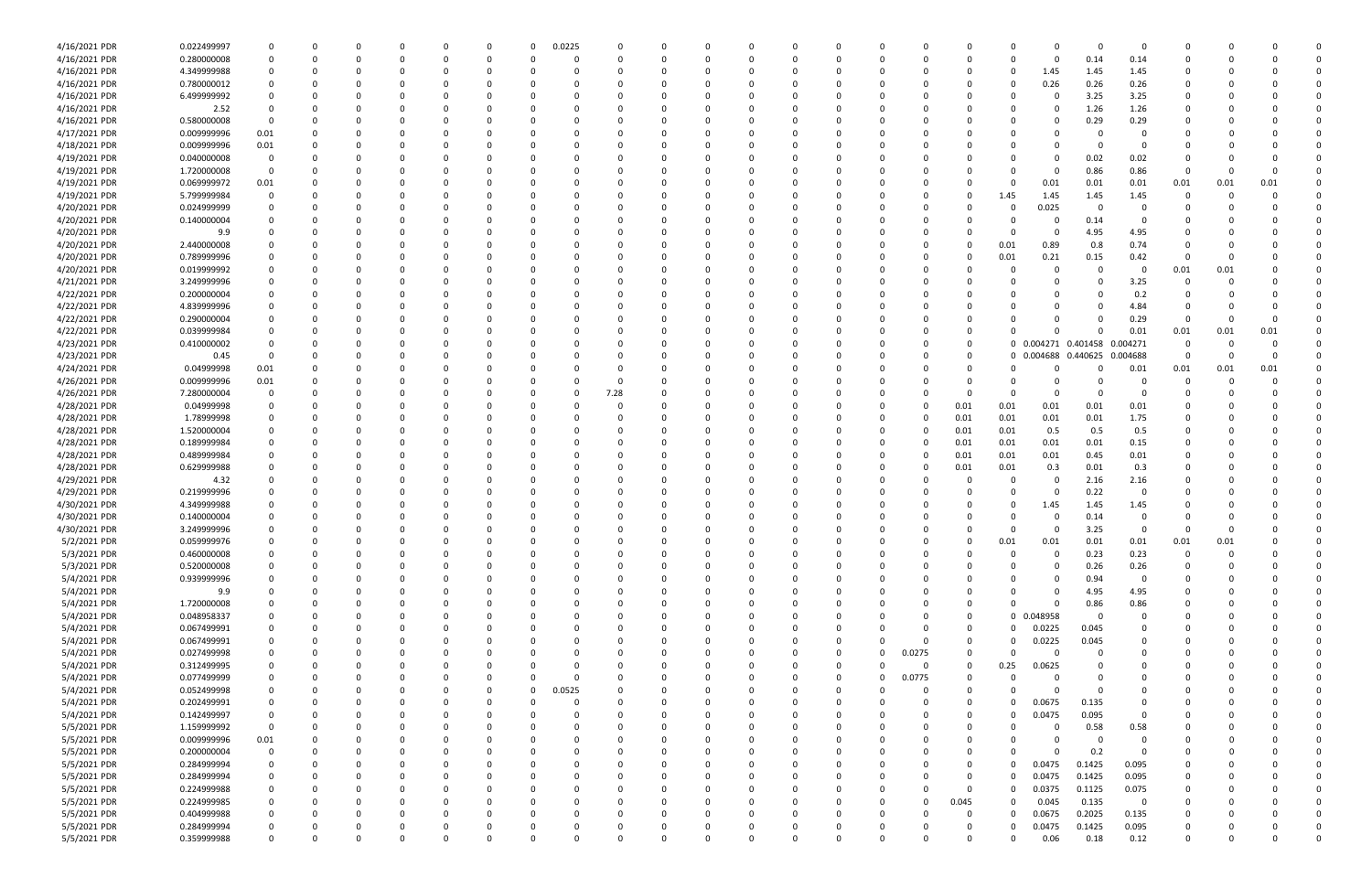| | | | | | | | | | | | | | | | | | | | | | | | | | | |
|---|---|---|---|---|---|---|---|---|---|---|---|---|---|---|---|---|---|---|---|---|---|---|---|---|---|---|
| 4/16/2021 PDR | 0.022499997 | 0 | 0 | 0 | 0 | 0 | 0 | 0 | 0.0225 | 0 | 0 | 0 | 0 | 0 | 0 | 0 | 0 | 0 | 0 | 0 | 0 | 0 | 0 | 0 | 0 | 0 |
| 4/16/2021 PDR | 0.280000008 | 0 | 0 | 0 | 0 | 0 | 0 | 0 | 0 | 0 | 0 | 0 | 0 | 0 | 0 | 0 | 0 | 0 | 0 | 0 | 0.14 | 0.14 | 0 | 0 | 0 | 0 |
| 4/16/2021 PDR | 4.349999988 | 0 | 0 | 0 | 0 | 0 | 0 | 0 | 0 | 0 | 0 | 0 | 0 | 0 | 0 | 0 | 0 | 0 | 0 | 1.45 | 1.45 | 1.45 | 0 | 0 | 0 | 0 |
| 4/16/2021 PDR | 0.780000012 | 0 | 0 | 0 | 0 | 0 | 0 | 0 | 0 | 0 | 0 | 0 | 0 | 0 | 0 | 0 | 0 | 0 | 0 | 0.26 | 0.26 | 0.26 | 0 | 0 | 0 | 0 |
| 4/16/2021 PDR | 6.499999992 | 0 | 0 | 0 | 0 | 0 | 0 | 0 | 0 | 0 | 0 | 0 | 0 | 0 | 0 | 0 | 0 | 0 | 0 | 0 | 3.25 | 3.25 | 0 | 0 | 0 | 0 |
| 4/16/2021 PDR | 2.52 | 0 | 0 | 0 | 0 | 0 | 0 | 0 | 0 | 0 | 0 | 0 | 0 | 0 | 0 | 0 | 0 | 0 | 0 | 0 | 1.26 | 1.26 | 0 | 0 | 0 | 0 |
| 4/16/2021 PDR | 0.580000008 | 0 | 0 | 0 | 0 | 0 | 0 | 0 | 0 | 0 | 0 | 0 | 0 | 0 | 0 | 0 | 0 | 0 | 0 | 0 | 0.29 | 0.29 | 0 | 0 | 0 | 0 |
| 4/17/2021 PDR | 0.009999996 | 0.01 | 0 | 0 | 0 | 0 | 0 | 0 | 0 | 0 | 0 | 0 | 0 | 0 | 0 | 0 | 0 | 0 | 0 | 0 | 0 | 0 | 0 | 0 | 0 | 0 |
| 4/18/2021 PDR | 0.009999996 | 0.01 | 0 | 0 | 0 | 0 | 0 | 0 | 0 | 0 | 0 | 0 | 0 | 0 | 0 | 0 | 0 | 0 | 0 | 0 | 0 | 0 | 0 | 0 | 0 | 0 |
| 4/19/2021 PDR | 0.040000008 | 0 | 0 | 0 | 0 | 0 | 0 | 0 | 0 | 0 | 0 | 0 | 0 | 0 | 0 | 0 | 0 | 0 | 0 | 0 | 0.02 | 0.02 | 0 | 0 | 0 | 0 |
| 4/19/2021 PDR | 1.720000008 | 0 | 0 | 0 | 0 | 0 | 0 | 0 | 0 | 0 | 0 | 0 | 0 | 0 | 0 | 0 | 0 | 0 | 0 | 0 | 0.86 | 0.86 | 0 | 0 | 0 | 0 |
| 4/19/2021 PDR | 0.069999972 | 0.01 | 0 | 0 | 0 | 0 | 0 | 0 | 0 | 0 | 0 | 0 | 0 | 0 | 0 | 0 | 0 | 0 | 0 | 0.01 | 0.01 | 0.01 | 0.01 | 0.01 | 0.01 | 0 |
| 4/19/2021 PDR | 5.799999984 | 0 | 0 | 0 | 0 | 0 | 0 | 0 | 0 | 0 | 0 | 0 | 0 | 0 | 0 | 0 | 0 | 0 | 1.45 | 1.45 | 1.45 | 1.45 | 0 | 0 | 0 | 0 |
| 4/20/2021 PDR | 0.024999999 | 0 | 0 | 0 | 0 | 0 | 0 | 0 | 0 | 0 | 0 | 0 | 0 | 0 | 0 | 0 | 0 | 0 | 0 | 0.025 | 0 | 0 | 0 | 0 | 0 | 0 |
| 4/20/2021 PDR | 0.140000004 | 0 | 0 | 0 | 0 | 0 | 0 | 0 | 0 | 0 | 0 | 0 | 0 | 0 | 0 | 0 | 0 | 0 | 0 | 0 | 0.14 | 0 | 0 | 0 | 0 | 0 |
| 4/20/2021 PDR | 9.9 | 0 | 0 | 0 | 0 | 0 | 0 | 0 | 0 | 0 | 0 | 0 | 0 | 0 | 0 | 0 | 0 | 0 | 0 | 0 | 4.95 | 4.95 | 0 | 0 | 0 | 0 |
| 4/20/2021 PDR | 2.440000008 | 0 | 0 | 0 | 0 | 0 | 0 | 0 | 0 | 0 | 0 | 0 | 0 | 0 | 0 | 0 | 0 | 0 | 0.01 | 0.89 | 0.8 | 0.74 | 0 | 0 | 0 | 0 |
| 4/20/2021 PDR | 0.789999996 | 0 | 0 | 0 | 0 | 0 | 0 | 0 | 0 | 0 | 0 | 0 | 0 | 0 | 0 | 0 | 0 | 0 | 0.01 | 0.21 | 0.15 | 0.42 | 0 | 0 | 0 | 0 |
| 4/20/2021 PDR | 0.019999992 | 0 | 0 | 0 | 0 | 0 | 0 | 0 | 0 | 0 | 0 | 0 | 0 | 0 | 0 | 0 | 0 | 0 | 0 | 0 | 0 | 0 | 0.01 | 0.01 | 0 | 0 |
| 4/21/2021 PDR | 3.249999996 | 0 | 0 | 0 | 0 | 0 | 0 | 0 | 0 | 0 | 0 | 0 | 0 | 0 | 0 | 0 | 0 | 0 | 0 | 0 | 0 | 3.25 | 0 | 0 | 0 | 0 |
| 4/22/2021 PDR | 0.200000004 | 0 | 0 | 0 | 0 | 0 | 0 | 0 | 0 | 0 | 0 | 0 | 0 | 0 | 0 | 0 | 0 | 0 | 0 | 0 | 0 | 0.2 | 0 | 0 | 0 | 0 |
| 4/22/2021 PDR | 4.839999996 | 0 | 0 | 0 | 0 | 0 | 0 | 0 | 0 | 0 | 0 | 0 | 0 | 0 | 0 | 0 | 0 | 0 | 0 | 0 | 0 | 4.84 | 0 | 0 | 0 | 0 |
| 4/22/2021 PDR | 0.290000004 | 0 | 0 | 0 | 0 | 0 | 0 | 0 | 0 | 0 | 0 | 0 | 0 | 0 | 0 | 0 | 0 | 0 | 0 | 0 | 0 | 0.29 | 0 | 0 | 0 | 0 |
| 4/22/2021 PDR | 0.039999984 | 0 | 0 | 0 | 0 | 0 | 0 | 0 | 0 | 0 | 0 | 0 | 0 | 0 | 0 | 0 | 0 | 0 | 0 | 0 | 0 | 0.01 | 0.01 | 0.01 | 0.01 | 0 |
| 4/23/2021 PDR | 0.410000002 | 0 | 0 | 0 | 0 | 0 | 0 | 0 | 0 | 0 | 0 | 0 | 0 | 0 | 0 | 0 | 0 | 0 | 0 | 0.004271 | 0.401458 | 0.004271 | 0 | 0 | 0 | 0 |
| 4/23/2021 PDR | 0.45 | 0 | 0 | 0 | 0 | 0 | 0 | 0 | 0 | 0 | 0 | 0 | 0 | 0 | 0 | 0 | 0 | 0 | 0 | 0.004688 | 0.440625 | 0.004688 | 0 | 0 | 0 | 0 |
| 4/24/2021 PDR | 0.04999998 | 0.01 | 0 | 0 | 0 | 0 | 0 | 0 | 0 | 0 | 0 | 0 | 0 | 0 | 0 | 0 | 0 | 0 | 0 | 0 | 0 | 0.01 | 0.01 | 0.01 | 0.01 | 0 |
| 4/26/2021 PDR | 0.009999996 | 0.01 | 0 | 0 | 0 | 0 | 0 | 0 | 0 | 0 | 0 | 0 | 0 | 0 | 0 | 0 | 0 | 0 | 0 | 0 | 0 | 0 | 0 | 0 | 0 | 0 |
| 4/26/2021 PDR | 7.280000004 | 0 | 0 | 0 | 0 | 0 | 0 | 0 | 0 | 7.28 | 0 | 0 | 0 | 0 | 0 | 0 | 0 | 0 | 0 | 0 | 0 | 0 | 0 | 0 | 0 | 0 |
| 4/28/2021 PDR | 0.04999998 | 0 | 0 | 0 | 0 | 0 | 0 | 0 | 0 | 0 | 0 | 0 | 0 | 0 | 0 | 0 | 0 | 0.01 | 0.01 | 0.01 | 0.01 | 0.01 | 0 | 0 | 0 | 0 |
| 4/28/2021 PDR | 1.78999998 | 0 | 0 | 0 | 0 | 0 | 0 | 0 | 0 | 0 | 0 | 0 | 0 | 0 | 0 | 0 | 0 | 0.01 | 0.01 | 0.01 | 0.01 | 1.75 | 0 | 0 | 0 | 0 |
| 4/28/2021 PDR | 1.520000004 | 0 | 0 | 0 | 0 | 0 | 0 | 0 | 0 | 0 | 0 | 0 | 0 | 0 | 0 | 0 | 0 | 0.01 | 0.01 | 0.5 | 0.5 | 0.5 | 0 | 0 | 0 | 0 |
| 4/28/2021 PDR | 0.189999984 | 0 | 0 | 0 | 0 | 0 | 0 | 0 | 0 | 0 | 0 | 0 | 0 | 0 | 0 | 0 | 0 | 0.01 | 0.01 | 0.01 | 0.01 | 0.15 | 0 | 0 | 0 | 0 |
| 4/28/2021 PDR | 0.489999984 | 0 | 0 | 0 | 0 | 0 | 0 | 0 | 0 | 0 | 0 | 0 | 0 | 0 | 0 | 0 | 0 | 0.01 | 0.01 | 0.01 | 0.45 | 0.01 | 0 | 0 | 0 | 0 |
| 4/28/2021 PDR | 0.629999988 | 0 | 0 | 0 | 0 | 0 | 0 | 0 | 0 | 0 | 0 | 0 | 0 | 0 | 0 | 0 | 0 | 0.01 | 0.01 | 0.3 | 0.01 | 0.3 | 0 | 0 | 0 | 0 |
| 4/29/2021 PDR | 4.32 | 0 | 0 | 0 | 0 | 0 | 0 | 0 | 0 | 0 | 0 | 0 | 0 | 0 | 0 | 0 | 0 | 0 | 0 | 0 | 2.16 | 2.16 | 0 | 0 | 0 | 0 |
| 4/29/2021 PDR | 0.219999996 | 0 | 0 | 0 | 0 | 0 | 0 | 0 | 0 | 0 | 0 | 0 | 0 | 0 | 0 | 0 | 0 | 0 | 0 | 0 | 0.22 | 0 | 0 | 0 | 0 | 0 |
| 4/30/2021 PDR | 4.349999988 | 0 | 0 | 0 | 0 | 0 | 0 | 0 | 0 | 0 | 0 | 0 | 0 | 0 | 0 | 0 | 0 | 0 | 0 | 1.45 | 1.45 | 1.45 | 0 | 0 | 0 | 0 |
| 4/30/2021 PDR | 0.140000004 | 0 | 0 | 0 | 0 | 0 | 0 | 0 | 0 | 0 | 0 | 0 | 0 | 0 | 0 | 0 | 0 | 0 | 0 | 0 | 0.14 | 0 | 0 | 0 | 0 | 0 |
| 4/30/2021 PDR | 3.249999996 | 0 | 0 | 0 | 0 | 0 | 0 | 0 | 0 | 0 | 0 | 0 | 0 | 0 | 0 | 0 | 0 | 0 | 0 | 0 | 3.25 | 0 | 0 | 0 | 0 | 0 |
| 5/2/2021 PDR | 0.059999976 | 0 | 0 | 0 | 0 | 0 | 0 | 0 | 0 | 0 | 0 | 0 | 0 | 0 | 0 | 0 | 0 | 0 | 0.01 | 0.01 | 0.01 | 0.01 | 0.01 | 0.01 | 0 | 0 |
| 5/3/2021 PDR | 0.460000008 | 0 | 0 | 0 | 0 | 0 | 0 | 0 | 0 | 0 | 0 | 0 | 0 | 0 | 0 | 0 | 0 | 0 | 0 | 0 | 0.23 | 0.23 | 0 | 0 | 0 | 0 |
| 5/3/2021 PDR | 0.520000008 | 0 | 0 | 0 | 0 | 0 | 0 | 0 | 0 | 0 | 0 | 0 | 0 | 0 | 0 | 0 | 0 | 0 | 0 | 0 | 0.26 | 0.26 | 0 | 0 | 0 | 0 |
| 5/4/2021 PDR | 0.939999996 | 0 | 0 | 0 | 0 | 0 | 0 | 0 | 0 | 0 | 0 | 0 | 0 | 0 | 0 | 0 | 0 | 0 | 0 | 0 | 0.94 | 0 | 0 | 0 | 0 | 0 |
| 5/4/2021 PDR | 9.9 | 0 | 0 | 0 | 0 | 0 | 0 | 0 | 0 | 0 | 0 | 0 | 0 | 0 | 0 | 0 | 0 | 0 | 0 | 0 | 4.95 | 4.95 | 0 | 0 | 0 | 0 |
| 5/4/2021 PDR | 1.720000008 | 0 | 0 | 0 | 0 | 0 | 0 | 0 | 0 | 0 | 0 | 0 | 0 | 0 | 0 | 0 | 0 | 0 | 0 | 0 | 0.86 | 0.86 | 0 | 0 | 0 | 0 |
| 5/4/2021 PDR | 0.048958337 | 0 | 0 | 0 | 0 | 0 | 0 | 0 | 0 | 0 | 0 | 0 | 0 | 0 | 0 | 0 | 0 | 0 | 0 | 0.048958 | 0 | 0 | 0 | 0 | 0 | 0 |
| 5/4/2021 PDR | 0.067499991 | 0 | 0 | 0 | 0 | 0 | 0 | 0 | 0 | 0 | 0 | 0 | 0 | 0 | 0 | 0 | 0 | 0 | 0 | 0.0225 | 0.045 | 0 | 0 | 0 | 0 | 0 |
| 5/4/2021 PDR | 0.067499991 | 0 | 0 | 0 | 0 | 0 | 0 | 0 | 0 | 0 | 0 | 0 | 0 | 0 | 0 | 0 | 0 | 0 | 0 | 0.0225 | 0.045 | 0 | 0 | 0 | 0 | 0 |
| 5/4/2021 PDR | 0.027499998 | 0 | 0 | 0 | 0 | 0 | 0 | 0 | 0 | 0 | 0 | 0 | 0 | 0 | 0 | 0 | 0.0275 | 0 | 0 | 0 | 0 | 0 | 0 | 0 | 0 | 0 |
| 5/4/2021 PDR | 0.312499995 | 0 | 0 | 0 | 0 | 0 | 0 | 0 | 0 | 0 | 0 | 0 | 0 | 0 | 0 | 0 | 0 | 0 | 0.25 | 0.0625 | 0 | 0 | 0 | 0 | 0 | 0 |
| 5/4/2021 PDR | 0.077499999 | 0 | 0 | 0 | 0 | 0 | 0 | 0 | 0 | 0 | 0 | 0 | 0 | 0 | 0 | 0 | 0.0775 | 0 | 0 | 0 | 0 | 0 | 0 | 0 | 0 | 0 |
| 5/4/2021 PDR | 0.052499998 | 0 | 0 | 0 | 0 | 0 | 0 | 0 | 0.0525 | 0 | 0 | 0 | 0 | 0 | 0 | 0 | 0 | 0 | 0 | 0 | 0 | 0 | 0 | 0 | 0 | 0 |
| 5/4/2021 PDR | 0.202499991 | 0 | 0 | 0 | 0 | 0 | 0 | 0 | 0 | 0 | 0 | 0 | 0 | 0 | 0 | 0 | 0 | 0 | 0 | 0.0675 | 0.135 | 0 | 0 | 0 | 0 | 0 |
| 5/4/2021 PDR | 0.142499997 | 0 | 0 | 0 | 0 | 0 | 0 | 0 | 0 | 0 | 0 | 0 | 0 | 0 | 0 | 0 | 0 | 0 | 0 | 0.0475 | 0.095 | 0 | 0 | 0 | 0 | 0 |
| 5/5/2021 PDR | 1.159999992 | 0 | 0 | 0 | 0 | 0 | 0 | 0 | 0 | 0 | 0 | 0 | 0 | 0 | 0 | 0 | 0 | 0 | 0 | 0 | 0.58 | 0.58 | 0 | 0 | 0 | 0 |
| 5/5/2021 PDR | 0.009999996 | 0.01 | 0 | 0 | 0 | 0 | 0 | 0 | 0 | 0 | 0 | 0 | 0 | 0 | 0 | 0 | 0 | 0 | 0 | 0 | 0 | 0 | 0 | 0 | 0 | 0 |
| 5/5/2021 PDR | 0.200000004 | 0 | 0 | 0 | 0 | 0 | 0 | 0 | 0 | 0 | 0 | 0 | 0 | 0 | 0 | 0 | 0 | 0 | 0 | 0 | 0.2 | 0 | 0 | 0 | 0 | 0 |
| 5/5/2021 PDR | 0.284999994 | 0 | 0 | 0 | 0 | 0 | 0 | 0 | 0 | 0 | 0 | 0 | 0 | 0 | 0 | 0 | 0 | 0 | 0 | 0.0475 | 0.1425 | 0.095 | 0 | 0 | 0 | 0 |
| 5/5/2021 PDR | 0.284999994 | 0 | 0 | 0 | 0 | 0 | 0 | 0 | 0 | 0 | 0 | 0 | 0 | 0 | 0 | 0 | 0 | 0 | 0 | 0.0475 | 0.1425 | 0.095 | 0 | 0 | 0 | 0 |
| 5/5/2021 PDR | 0.224999988 | 0 | 0 | 0 | 0 | 0 | 0 | 0 | 0 | 0 | 0 | 0 | 0 | 0 | 0 | 0 | 0 | 0 | 0 | 0.0375 | 0.1125 | 0.075 | 0 | 0 | 0 | 0 |
| 5/5/2021 PDR | 0.224999985 | 0 | 0 | 0 | 0 | 0 | 0 | 0 | 0 | 0 | 0 | 0 | 0 | 0 | 0 | 0 | 0 | 0.045 | 0 | 0.045 | 0.135 | 0 | 0 | 0 | 0 | 0 |
| 5/5/2021 PDR | 0.404999988 | 0 | 0 | 0 | 0 | 0 | 0 | 0 | 0 | 0 | 0 | 0 | 0 | 0 | 0 | 0 | 0 | 0 | 0 | 0.0675 | 0.2025 | 0.135 | 0 | 0 | 0 | 0 |
| 5/5/2021 PDR | 0.284999994 | 0 | 0 | 0 | 0 | 0 | 0 | 0 | 0 | 0 | 0 | 0 | 0 | 0 | 0 | 0 | 0 | 0 | 0 | 0.0475 | 0.1425 | 0.095 | 0 | 0 | 0 | 0 |
| 5/5/2021 PDR | 0.359999988 | 0 | 0 | 0 | 0 | 0 | 0 | 0 | 0 | 0 | 0 | 0 | 0 | 0 | 0 | 0 | 0 | 0 | 0 | 0.06 | 0.18 | 0.12 | 0 | 0 | 0 | 0 |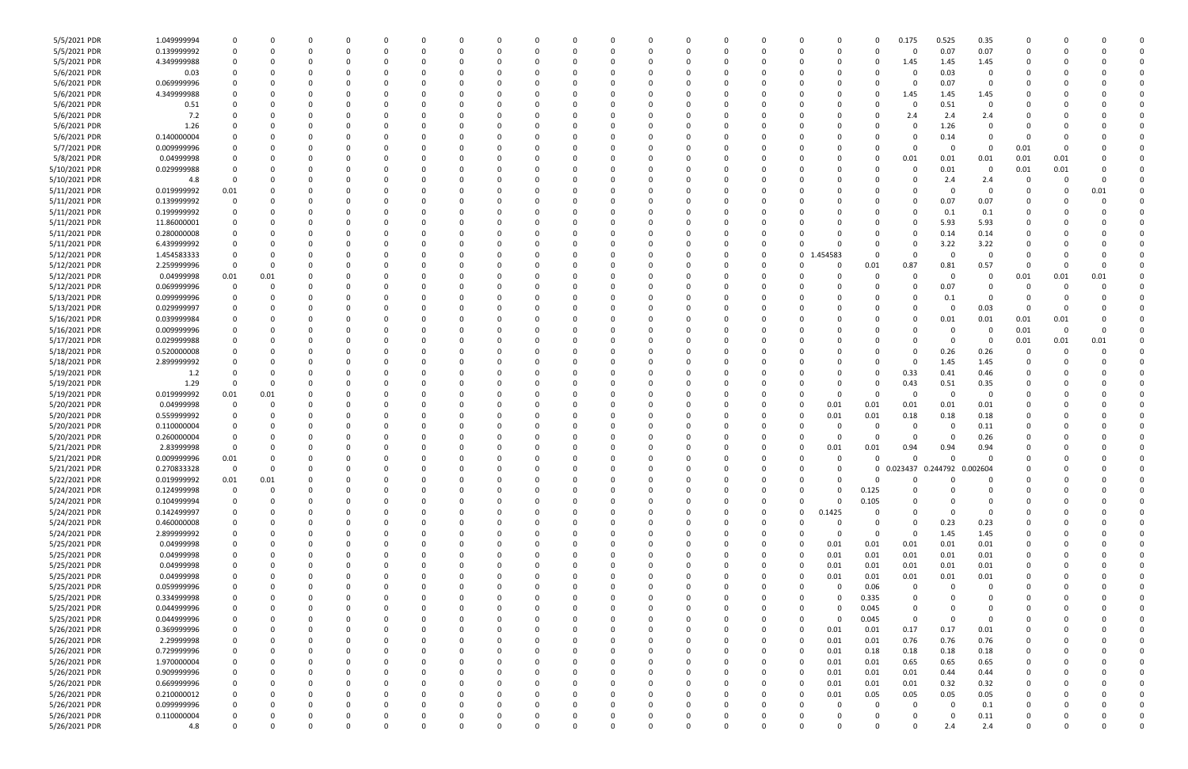| | | | | | | | | | | | | | | | | | | | | | | | | | | | | | | | | |
|---|---|---|---|---|---|---|---|---|---|---|---|---|---|---|---|---|---|---|---|---|---|---|---|---|---|---|---|---|---|---|---|---|
| 5/5/2021 PDR | 1.049999994 | 0 | 0 | 0 | 0 | 0 | 0 | 0 | 0 | 0 | 0 | 0 | 0 | 0 | 0 | 0 | 0 | 0 | 0 | 0 | 0 | 0 | 0 | 0 | 0 | 0.175 | 0.525 | 0.35 | 0 | 0 | 0 | 0 |
| 5/5/2021 PDR | 0.139999992 | 0 | 0 | 0 | 0 | 0 | 0 | 0 | 0 | 0 | 0 | 0 | 0 | 0 | 0 | 0 | 0 | 0 | 0 | 0 | 0 | 0 | 0 | 0 | 0 | 0 | 0.07 | 0.07 | 0 | 0 | 0 | 0 |
| 5/5/2021 PDR | 4.349999988 | 0 | 0 | 0 | 0 | 0 | 0 | 0 | 0 | 0 | 0 | 0 | 0 | 0 | 0 | 0 | 0 | 0 | 0 | 0 | 0 | 0 | 0 | 0 | 0 | 1.45 | 1.45 | 1.45 | 0 | 0 | 0 | 0 |
| 5/6/2021 PDR | 0.03 | 0 | 0 | 0 | 0 | 0 | 0 | 0 | 0 | 0 | 0 | 0 | 0 | 0 | 0 | 0 | 0 | 0 | 0 | 0 | 0 | 0 | 0 | 0 | 0 | 0 | 0.03 | 0 | 0 | 0 | 0 | 0 |
| 5/6/2021 PDR | 0.069999996 | 0 | 0 | 0 | 0 | 0 | 0 | 0 | 0 | 0 | 0 | 0 | 0 | 0 | 0 | 0 | 0 | 0 | 0 | 0 | 0 | 0 | 0 | 0 | 0 | 0 | 0.07 | 0 | 0 | 0 | 0 | 0 |
| 5/6/2021 PDR | 4.349999988 | 0 | 0 | 0 | 0 | 0 | 0 | 0 | 0 | 0 | 0 | 0 | 0 | 0 | 0 | 0 | 0 | 0 | 0 | 0 | 0 | 0 | 0 | 0 | 0 | 1.45 | 1.45 | 1.45 | 0 | 0 | 0 | 0 |
| 5/6/2021 PDR | 0.51 | 0 | 0 | 0 | 0 | 0 | 0 | 0 | 0 | 0 | 0 | 0 | 0 | 0 | 0 | 0 | 0 | 0 | 0 | 0 | 0 | 0 | 0 | 0 | 0 | 0 | 0.51 | 0 | 0 | 0 | 0 | 0 |
| 5/6/2021 PDR | 7.2 | 0 | 0 | 0 | 0 | 0 | 0 | 0 | 0 | 0 | 0 | 0 | 0 | 0 | 0 | 0 | 0 | 0 | 0 | 0 | 0 | 0 | 0 | 0 | 0 | 2.4 | 2.4 | 2.4 | 0 | 0 | 0 | 0 |
| 5/6/2021 PDR | 1.26 | 0 | 0 | 0 | 0 | 0 | 0 | 0 | 0 | 0 | 0 | 0 | 0 | 0 | 0 | 0 | 0 | 0 | 0 | 0 | 0 | 0 | 0 | 0 | 0 | 0 | 1.26 | 0 | 0 | 0 | 0 | 0 |
| 5/6/2021 PDR | 0.140000004 | 0 | 0 | 0 | 0 | 0 | 0 | 0 | 0 | 0 | 0 | 0 | 0 | 0 | 0 | 0 | 0 | 0 | 0 | 0 | 0 | 0 | 0 | 0 | 0 | 0 | 0.14 | 0 | 0 | 0 | 0 | 0 |
| 5/7/2021 PDR | 0.009999996 | 0 | 0 | 0 | 0 | 0 | 0 | 0 | 0 | 0 | 0 | 0 | 0 | 0 | 0 | 0 | 0 | 0 | 0 | 0 | 0 | 0 | 0 | 0 | 0 | 0 | 0 | 0 | 0.01 | 0 | 0 | 0 |
| 5/8/2021 PDR | 0.04999998 | 0 | 0 | 0 | 0 | 0 | 0 | 0 | 0 | 0 | 0 | 0 | 0 | 0 | 0 | 0 | 0 | 0 | 0 | 0 | 0 | 0 | 0 | 0 | 0 | 0.01 | 0.01 | 0.01 | 0.01 | 0.01 | 0 | 0 |
| 5/10/2021 PDR | 0.029999988 | 0 | 0 | 0 | 0 | 0 | 0 | 0 | 0 | 0 | 0 | 0 | 0 | 0 | 0 | 0 | 0 | 0 | 0 | 0 | 0 | 0 | 0 | 0 | 0 | 0 | 0.01 | 0 | 0.01 | 0.01 | 0 | 0 |
| 5/10/2021 PDR | 4.8 | 0 | 0 | 0 | 0 | 0 | 0 | 0 | 0 | 0 | 0 | 0 | 0 | 0 | 0 | 0 | 0 | 0 | 0 | 0 | 0 | 0 | 0 | 0 | 0 | 0 | 2.4 | 2.4 | 0 | 0 | 0 | 0 |
| 5/11/2021 PDR | 0.019999992 | 0.01 | 0 | 0 | 0 | 0 | 0 | 0 | 0 | 0 | 0 | 0 | 0 | 0 | 0 | 0 | 0 | 0 | 0 | 0 | 0 | 0 | 0 | 0 | 0 | 0 | 0 | 0 | 0 | 0 | 0.01 | 0 |
| 5/11/2021 PDR | 0.139999992 | 0 | 0 | 0 | 0 | 0 | 0 | 0 | 0 | 0 | 0 | 0 | 0 | 0 | 0 | 0 | 0 | 0 | 0 | 0 | 0 | 0 | 0 | 0 | 0 | 0 | 0.07 | 0.07 | 0 | 0 | 0 | 0 |
| 5/11/2021 PDR | 0.199999992 | 0 | 0 | 0 | 0 | 0 | 0 | 0 | 0 | 0 | 0 | 0 | 0 | 0 | 0 | 0 | 0 | 0 | 0 | 0 | 0 | 0 | 0 | 0 | 0 | 0 | 0.1 | 0.1 | 0 | 0 | 0 | 0 |
| 5/11/2021 PDR | 11.86000001 | 0 | 0 | 0 | 0 | 0 | 0 | 0 | 0 | 0 | 0 | 0 | 0 | 0 | 0 | 0 | 0 | 0 | 0 | 0 | 0 | 0 | 0 | 0 | 0 | 0 | 5.93 | 5.93 | 0 | 0 | 0 | 0 |
| 5/11/2021 PDR | 0.280000008 | 0 | 0 | 0 | 0 | 0 | 0 | 0 | 0 | 0 | 0 | 0 | 0 | 0 | 0 | 0 | 0 | 0 | 0 | 0 | 0 | 0 | 0 | 0 | 0 | 0 | 0.14 | 0.14 | 0 | 0 | 0 | 0 |
| 5/11/2021 PDR | 6.439999992 | 0 | 0 | 0 | 0 | 0 | 0 | 0 | 0 | 0 | 0 | 0 | 0 | 0 | 0 | 0 | 0 | 0 | 0 | 0 | 0 | 0 | 0 | 0 | 0 | 0 | 3.22 | 3.22 | 0 | 0 | 0 | 0 |
| 5/12/2021 PDR | 1.454583333 | 0 | 0 | 0 | 0 | 0 | 0 | 0 | 0 | 0 | 0 | 0 | 0 | 0 | 0 | 0 | 0 | 0 | 0 | 0 | 0 | 0 | 0 | 1.454583 | 0 | 0 | 0 | 0 | 0 | 0 | 0 | 0 |
| 5/12/2021 PDR | 2.259999996 | 0 | 0 | 0 | 0 | 0 | 0 | 0 | 0 | 0 | 0 | 0 | 0 | 0 | 0 | 0 | 0 | 0 | 0 | 0 | 0 | 0 | 0 | 0 | 0.01 | 0.87 | 0.81 | 0.57 | 0 | 0 | 0 | 0 |
| 5/12/2021 PDR | 0.04999998 | 0.01 | 0.01 | 0 | 0 | 0 | 0 | 0 | 0 | 0 | 0 | 0 | 0 | 0 | 0 | 0 | 0 | 0 | 0 | 0 | 0 | 0 | 0 | 0 | 0 | 0 | 0 | 0 | 0.01 | 0.01 | 0.01 | 0 |
| 5/12/2021 PDR | 0.069999996 | 0 | 0 | 0 | 0 | 0 | 0 | 0 | 0 | 0 | 0 | 0 | 0 | 0 | 0 | 0 | 0 | 0 | 0 | 0 | 0 | 0 | 0 | 0 | 0 | 0 | 0.07 | 0 | 0 | 0 | 0 | 0 |
| 5/13/2021 PDR | 0.099999996 | 0 | 0 | 0 | 0 | 0 | 0 | 0 | 0 | 0 | 0 | 0 | 0 | 0 | 0 | 0 | 0 | 0 | 0 | 0 | 0 | 0 | 0 | 0 | 0 | 0 | 0.1 | 0 | 0 | 0 | 0 | 0 |
| 5/13/2021 PDR | 0.029999997 | 0 | 0 | 0 | 0 | 0 | 0 | 0 | 0 | 0 | 0 | 0 | 0 | 0 | 0 | 0 | 0 | 0 | 0 | 0 | 0 | 0 | 0 | 0 | 0 | 0 | 0 | 0.03 | 0 | 0 | 0 | 0 |
| 5/16/2021 PDR | 0.039999984 | 0 | 0 | 0 | 0 | 0 | 0 | 0 | 0 | 0 | 0 | 0 | 0 | 0 | 0 | 0 | 0 | 0 | 0 | 0 | 0 | 0 | 0 | 0 | 0 | 0 | 0.01 | 0.01 | 0.01 | 0.01 | 0 | 0 |
| 5/16/2021 PDR | 0.009999996 | 0 | 0 | 0 | 0 | 0 | 0 | 0 | 0 | 0 | 0 | 0 | 0 | 0 | 0 | 0 | 0 | 0 | 0 | 0 | 0 | 0 | 0 | 0 | 0 | 0 | 0 | 0 | 0.01 | 0 | 0 | 0 |
| 5/17/2021 PDR | 0.029999988 | 0 | 0 | 0 | 0 | 0 | 0 | 0 | 0 | 0 | 0 | 0 | 0 | 0 | 0 | 0 | 0 | 0 | 0 | 0 | 0 | 0 | 0 | 0 | 0 | 0 | 0 | 0 | 0.01 | 0.01 | 0.01 | 0 |
| 5/18/2021 PDR | 0.520000008 | 0 | 0 | 0 | 0 | 0 | 0 | 0 | 0 | 0 | 0 | 0 | 0 | 0 | 0 | 0 | 0 | 0 | 0 | 0 | 0 | 0 | 0 | 0 | 0 | 0 | 0.26 | 0.26 | 0 | 0 | 0 | 0 |
| 5/18/2021 PDR | 2.899999992 | 0 | 0 | 0 | 0 | 0 | 0 | 0 | 0 | 0 | 0 | 0 | 0 | 0 | 0 | 0 | 0 | 0 | 0 | 0 | 0 | 0 | 0 | 0 | 0 | 0 | 1.45 | 1.45 | 0 | 0 | 0 | 0 |
| 5/19/2021 PDR | 1.2 | 0 | 0 | 0 | 0 | 0 | 0 | 0 | 0 | 0 | 0 | 0 | 0 | 0 | 0 | 0 | 0 | 0 | 0 | 0 | 0 | 0 | 0 | 0 | 0 | 0.33 | 0.41 | 0.46 | 0 | 0 | 0 | 0 |
| 5/19/2021 PDR | 1.29 | 0 | 0 | 0 | 0 | 0 | 0 | 0 | 0 | 0 | 0 | 0 | 0 | 0 | 0 | 0 | 0 | 0 | 0 | 0 | 0 | 0 | 0 | 0 | 0 | 0.43 | 0.51 | 0.35 | 0 | 0 | 0 | 0 |
| 5/19/2021 PDR | 0.019999992 | 0.01 | 0.01 | 0 | 0 | 0 | 0 | 0 | 0 | 0 | 0 | 0 | 0 | 0 | 0 | 0 | 0 | 0 | 0 | 0 | 0 | 0 | 0 | 0 | 0 | 0 | 0 | 0 | 0 | 0 | 0 | 0 |
| 5/20/2021 PDR | 0.04999998 | 0 | 0 | 0 | 0 | 0 | 0 | 0 | 0 | 0 | 0 | 0 | 0 | 0 | 0 | 0 | 0 | 0 | 0 | 0 | 0 | 0 | 0 | 0.01 | 0.01 | 0.01 | 0.01 | 0.01 | 0 | 0 | 0 | 0 |
| 5/20/2021 PDR | 0.559999992 | 0 | 0 | 0 | 0 | 0 | 0 | 0 | 0 | 0 | 0 | 0 | 0 | 0 | 0 | 0 | 0 | 0 | 0 | 0 | 0 | 0 | 0 | 0.01 | 0.01 | 0.18 | 0.18 | 0.18 | 0 | 0 | 0 | 0 |
| 5/20/2021 PDR | 0.110000004 | 0 | 0 | 0 | 0 | 0 | 0 | 0 | 0 | 0 | 0 | 0 | 0 | 0 | 0 | 0 | 0 | 0 | 0 | 0 | 0 | 0 | 0 | 0 | 0 | 0 | 0 | 0.11 | 0 | 0 | 0 | 0 |
| 5/20/2021 PDR | 0.260000004 | 0 | 0 | 0 | 0 | 0 | 0 | 0 | 0 | 0 | 0 | 0 | 0 | 0 | 0 | 0 | 0 | 0 | 0 | 0 | 0 | 0 | 0 | 0 | 0 | 0 | 0 | 0.26 | 0 | 0 | 0 | 0 |
| 5/21/2021 PDR | 2.83999998 | 0 | 0 | 0 | 0 | 0 | 0 | 0 | 0 | 0 | 0 | 0 | 0 | 0 | 0 | 0 | 0 | 0 | 0 | 0 | 0 | 0 | 0 | 0.01 | 0.01 | 0.94 | 0.94 | 0.94 | 0 | 0 | 0 | 0 |
| 5/21/2021 PDR | 0.009999996 | 0.01 | 0 | 0 | 0 | 0 | 0 | 0 | 0 | 0 | 0 | 0 | 0 | 0 | 0 | 0 | 0 | 0 | 0 | 0 | 0 | 0 | 0 | 0 | 0 | 0 | 0 | 0 | 0 | 0 | 0 | 0 |
| 5/21/2021 PDR | 0.270833328 | 0 | 0 | 0 | 0 | 0 | 0 | 0 | 0 | 0 | 0 | 0 | 0 | 0 | 0 | 0 | 0 | 0 | 0 | 0 | 0 | 0 | 0 | 0 | 0 | 0.023437 | 0.244792 | 0.002604 | 0 | 0 | 0 | 0 |
| 5/22/2021 PDR | 0.019999992 | 0.01 | 0.01 | 0 | 0 | 0 | 0 | 0 | 0 | 0 | 0 | 0 | 0 | 0 | 0 | 0 | 0 | 0 | 0 | 0 | 0 | 0 | 0 | 0 | 0 | 0 | 0 | 0 | 0 | 0 | 0 | 0 |
| 5/24/2021 PDR | 0.124999998 | 0 | 0 | 0 | 0 | 0 | 0 | 0 | 0 | 0 | 0 | 0 | 0 | 0 | 0 | 0 | 0 | 0 | 0 | 0 | 0 | 0 | 0 | 0 | 0.125 | 0 | 0 | 0 | 0 | 0 | 0 | 0 |
| 5/24/2021 PDR | 0.104999994 | 0 | 0 | 0 | 0 | 0 | 0 | 0 | 0 | 0 | 0 | 0 | 0 | 0 | 0 | 0 | 0 | 0 | 0 | 0 | 0 | 0 | 0 | 0 | 0.105 | 0 | 0 | 0 | 0 | 0 | 0 | 0 |
| 5/24/2021 PDR | 0.142499997 | 0 | 0 | 0 | 0 | 0 | 0 | 0 | 0 | 0 | 0 | 0 | 0 | 0 | 0 | 0 | 0 | 0 | 0 | 0 | 0 | 0 | 0 | 0.1425 | 0 | 0 | 0 | 0 | 0 | 0 | 0 | 0 |
| 5/24/2021 PDR | 0.460000008 | 0 | 0 | 0 | 0 | 0 | 0 | 0 | 0 | 0 | 0 | 0 | 0 | 0 | 0 | 0 | 0 | 0 | 0 | 0 | 0 | 0 | 0 | 0 | 0 | 0 | 0.23 | 0.23 | 0 | 0 | 0 | 0 |
| 5/24/2021 PDR | 2.899999992 | 0 | 0 | 0 | 0 | 0 | 0 | 0 | 0 | 0 | 0 | 0 | 0 | 0 | 0 | 0 | 0 | 0 | 0 | 0 | 0 | 0 | 0 | 0 | 0 | 0 | 1.45 | 1.45 | 0 | 0 | 0 | 0 |
| 5/25/2021 PDR | 0.04999998 | 0 | 0 | 0 | 0 | 0 | 0 | 0 | 0 | 0 | 0 | 0 | 0 | 0 | 0 | 0 | 0 | 0 | 0 | 0 | 0 | 0 | 0 | 0.01 | 0.01 | 0.01 | 0.01 | 0.01 | 0 | 0 | 0 | 0 |
| 5/25/2021 PDR | 0.04999998 | 0 | 0 | 0 | 0 | 0 | 0 | 0 | 0 | 0 | 0 | 0 | 0 | 0 | 0 | 0 | 0 | 0 | 0 | 0 | 0 | 0 | 0 | 0.01 | 0.01 | 0.01 | 0.01 | 0.01 | 0 | 0 | 0 | 0 |
| 5/25/2021 PDR | 0.04999998 | 0 | 0 | 0 | 0 | 0 | 0 | 0 | 0 | 0 | 0 | 0 | 0 | 0 | 0 | 0 | 0 | 0 | 0 | 0 | 0 | 0 | 0 | 0.01 | 0.01 | 0.01 | 0.01 | 0.01 | 0 | 0 | 0 | 0 |
| 5/25/2021 PDR | 0.04999998 | 0 | 0 | 0 | 0 | 0 | 0 | 0 | 0 | 0 | 0 | 0 | 0 | 0 | 0 | 0 | 0 | 0 | 0 | 0 | 0 | 0 | 0 | 0.01 | 0.01 | 0.01 | 0.01 | 0.01 | 0 | 0 | 0 | 0 |
| 5/25/2021 PDR | 0.059999996 | 0 | 0 | 0 | 0 | 0 | 0 | 0 | 0 | 0 | 0 | 0 | 0 | 0 | 0 | 0 | 0 | 0 | 0 | 0 | 0 | 0 | 0 | 0 | 0.06 | 0 | 0 | 0 | 0 | 0 | 0 | 0 |
| 5/25/2021 PDR | 0.334999998 | 0 | 0 | 0 | 0 | 0 | 0 | 0 | 0 | 0 | 0 | 0 | 0 | 0 | 0 | 0 | 0 | 0 | 0 | 0 | 0 | 0 | 0 | 0 | 0.335 | 0 | 0 | 0 | 0 | 0 | 0 | 0 |
| 5/25/2021 PDR | 0.044999996 | 0 | 0 | 0 | 0 | 0 | 0 | 0 | 0 | 0 | 0 | 0 | 0 | 0 | 0 | 0 | 0 | 0 | 0 | 0 | 0 | 0 | 0 | 0 | 0.045 | 0 | 0 | 0 | 0 | 0 | 0 | 0 |
| 5/25/2021 PDR | 0.044999996 | 0 | 0 | 0 | 0 | 0 | 0 | 0 | 0 | 0 | 0 | 0 | 0 | 0 | 0 | 0 | 0 | 0 | 0 | 0 | 0 | 0 | 0 | 0 | 0.045 | 0 | 0 | 0 | 0 | 0 | 0 | 0 |
| 5/26/2021 PDR | 0.369999996 | 0 | 0 | 0 | 0 | 0 | 0 | 0 | 0 | 0 | 0 | 0 | 0 | 0 | 0 | 0 | 0 | 0 | 0 | 0 | 0 | 0 | 0 | 0.01 | 0.01 | 0.17 | 0.17 | 0.01 | 0 | 0 | 0 | 0 |
| 5/26/2021 PDR | 2.29999998 | 0 | 0 | 0 | 0 | 0 | 0 | 0 | 0 | 0 | 0 | 0 | 0 | 0 | 0 | 0 | 0 | 0 | 0 | 0 | 0 | 0 | 0 | 0.01 | 0.01 | 0.76 | 0.76 | 0.76 | 0 | 0 | 0 | 0 |
| 5/26/2021 PDR | 0.729999996 | 0 | 0 | 0 | 0 | 0 | 0 | 0 | 0 | 0 | 0 | 0 | 0 | 0 | 0 | 0 | 0 | 0 | 0 | 0 | 0 | 0 | 0 | 0.01 | 0.18 | 0.18 | 0.18 | 0.18 | 0 | 0 | 0 | 0 |
| 5/26/2021 PDR | 1.970000004 | 0 | 0 | 0 | 0 | 0 | 0 | 0 | 0 | 0 | 0 | 0 | 0 | 0 | 0 | 0 | 0 | 0 | 0 | 0 | 0 | 0 | 0 | 0.01 | 0.01 | 0.65 | 0.65 | 0.65 | 0 | 0 | 0 | 0 |
| 5/26/2021 PDR | 0.909999996 | 0 | 0 | 0 | 0 | 0 | 0 | 0 | 0 | 0 | 0 | 0 | 0 | 0 | 0 | 0 | 0 | 0 | 0 | 0 | 0 | 0 | 0 | 0.01 | 0.01 | 0.01 | 0.44 | 0.44 | 0 | 0 | 0 | 0 |
| 5/26/2021 PDR | 0.669999996 | 0 | 0 | 0 | 0 | 0 | 0 | 0 | 0 | 0 | 0 | 0 | 0 | 0 | 0 | 0 | 0 | 0 | 0 | 0 | 0 | 0 | 0 | 0.01 | 0.01 | 0.01 | 0.32 | 0.32 | 0 | 0 | 0 | 0 |
| 5/26/2021 PDR | 0.210000012 | 0 | 0 | 0 | 0 | 0 | 0 | 0 | 0 | 0 | 0 | 0 | 0 | 0 | 0 | 0 | 0 | 0 | 0 | 0 | 0 | 0 | 0 | 0.01 | 0.05 | 0.05 | 0.05 | 0.05 | 0 | 0 | 0 | 0 |
| 5/26/2021 PDR | 0.099999996 | 0 | 0 | 0 | 0 | 0 | 0 | 0 | 0 | 0 | 0 | 0 | 0 | 0 | 0 | 0 | 0 | 0 | 0 | 0 | 0 | 0 | 0 | 0 | 0 | 0 | 0 | 0.1 | 0 | 0 | 0 | 0 |
| 5/26/2021 PDR | 0.110000004 | 0 | 0 | 0 | 0 | 0 | 0 | 0 | 0 | 0 | 0 | 0 | 0 | 0 | 0 | 0 | 0 | 0 | 0 | 0 | 0 | 0 | 0 | 0 | 0 | 0 | 0 | 0.11 | 0 | 0 | 0 | 0 |
| 5/26/2021 PDR | 4.8 | 0 | 0 | 0 | 0 | 0 | 0 | 0 | 0 | 0 | 0 | 0 | 0 | 0 | 0 | 0 | 0 | 0 | 0 | 0 | 0 | 0 | 0 | 0 | 0 | 0 | 2.4 | 2.4 | 0 | 0 | 0 | 0 |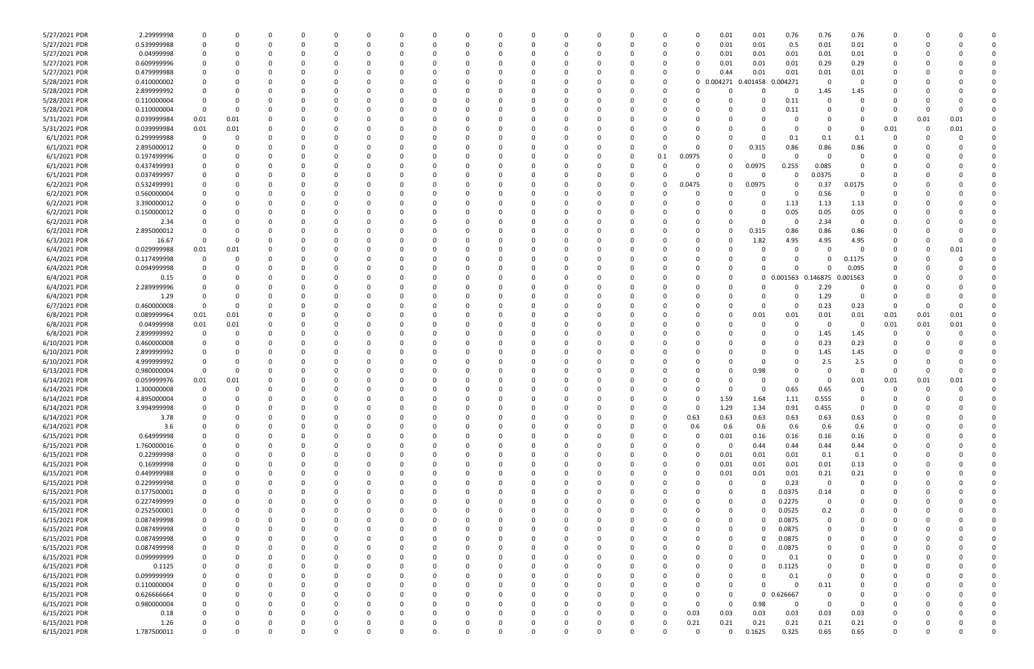| | | | | | | | | | | | | | | | | | | | | | | | | | | | | | | |
|---|---|---|---|---|---|---|---|---|---|---|---|---|---|---|---|---|---|---|---|---|---|---|---|---|---|---|---|---|---|---|
| 5/27/2021 PDR | 2.29999998 | 0 | 0 | 0 | 0 | 0 | 0 | 0 | 0 | 0 | 0 | 0 | 0 | 0 | 0 | 0 | 0 | 0 | 0 | 0 | 0.01 | 0.01 | 0.76 | 0.76 | 0.76 | 0 | 0 | 0 | 0 | 0 |
| 5/27/2021 PDR | 0.539999988 | 0 | 0 | 0 | 0 | 0 | 0 | 0 | 0 | 0 | 0 | 0 | 0 | 0 | 0 | 0 | 0 | 0 | 0 | 0 | 0.01 | 0.01 | 0.5 | 0.01 | 0.01 | 0 | 0 | 0 | 0 | 0 |
| 5/27/2021 PDR | 0.04999998 | 0 | 0 | 0 | 0 | 0 | 0 | 0 | 0 | 0 | 0 | 0 | 0 | 0 | 0 | 0 | 0 | 0 | 0 | 0 | 0.01 | 0.01 | 0.01 | 0.01 | 0.01 | 0 | 0 | 0 | 0 | 0 |
| 5/27/2021 PDR | 0.609999996 | 0 | 0 | 0 | 0 | 0 | 0 | 0 | 0 | 0 | 0 | 0 | 0 | 0 | 0 | 0 | 0 | 0 | 0 | 0 | 0.01 | 0.01 | 0.01 | 0.29 | 0.29 | 0 | 0 | 0 | 0 | 0 |
| 5/27/2021 PDR | 0.479999988 | 0 | 0 | 0 | 0 | 0 | 0 | 0 | 0 | 0 | 0 | 0 | 0 | 0 | 0 | 0 | 0 | 0 | 0 | 0 | 0.44 | 0.01 | 0.01 | 0.01 | 0.01 | 0 | 0 | 0 | 0 | 0 |
| 5/28/2021 PDR | 0.410000002 | 0 | 0 | 0 | 0 | 0 | 0 | 0 | 0 | 0 | 0 | 0 | 0 | 0 | 0 | 0 | 0 | 0 | 0 | 0 | 0.004271 | 0.401458 | 0.004271 | 0 | 0 | 0 | 0 | 0 | 0 | 0 |
| 5/28/2021 PDR | 2.899999992 | 0 | 0 | 0 | 0 | 0 | 0 | 0 | 0 | 0 | 0 | 0 | 0 | 0 | 0 | 0 | 0 | 0 | 0 | 0 | 0 | 0 | 0 | 1.45 | 1.45 | 0 | 0 | 0 | 0 | 0 |
| 5/28/2021 PDR | 0.110000004 | 0 | 0 | 0 | 0 | 0 | 0 | 0 | 0 | 0 | 0 | 0 | 0 | 0 | 0 | 0 | 0 | 0 | 0 | 0 | 0 | 0 | 0.11 | 0 | 0 | 0 | 0 | 0 | 0 | 0 |
| 5/28/2021 PDR | 0.110000004 | 0 | 0 | 0 | 0 | 0 | 0 | 0 | 0 | 0 | 0 | 0 | 0 | 0 | 0 | 0 | 0 | 0 | 0 | 0 | 0 | 0 | 0.11 | 0 | 0 | 0 | 0 | 0 | 0 | 0 |
| 5/31/2021 PDR | 0.039999984 | 0.01 | 0.01 | 0 | 0 | 0 | 0 | 0 | 0 | 0 | 0 | 0 | 0 | 0 | 0 | 0 | 0 | 0 | 0 | 0 | 0 | 0 | 0 | 0 | 0 | 0 | 0.01 | 0.01 | 0 | 0 |
| 5/31/2021 PDR | 0.039999984 | 0.01 | 0.01 | 0 | 0 | 0 | 0 | 0 | 0 | 0 | 0 | 0 | 0 | 0 | 0 | 0 | 0 | 0 | 0 | 0 | 0 | 0 | 0 | 0 | 0 | 0.01 | 0 | 0.01 | 0 | 0 |
| 6/1/2021 PDR | 0.299999988 | 0 | 0 | 0 | 0 | 0 | 0 | 0 | 0 | 0 | 0 | 0 | 0 | 0 | 0 | 0 | 0 | 0 | 0 | 0 | 0 | 0 | 0.1 | 0.1 | 0.1 | 0 | 0 | 0 | 0 | 0 |
| 6/1/2021 PDR | 2.895000012 | 0 | 0 | 0 | 0 | 0 | 0 | 0 | 0 | 0 | 0 | 0 | 0 | 0 | 0 | 0 | 0 | 0 | 0 | 0 | 0 | 0.315 | 0.86 | 0.86 | 0.86 | 0 | 0 | 0 | 0 | 0 |
| 6/1/2021 PDR | 0.197499996 | 0 | 0 | 0 | 0 | 0 | 0 | 0 | 0 | 0 | 0 | 0 | 0 | 0 | 0 | 0 | 0 | 0 | 0.1 | 0.0975 | 0 | 0 | 0 | 0 | 0 | 0 | 0 | 0 | 0 | 0 |
| 6/1/2021 PDR | 0.437499993 | 0 | 0 | 0 | 0 | 0 | 0 | 0 | 0 | 0 | 0 | 0 | 0 | 0 | 0 | 0 | 0 | 0 | 0 | 0 | 0 | 0.0975 | 0.255 | 0.085 | 0 | 0 | 0 | 0 | 0 | 0 |
| 6/1/2021 PDR | 0.037499997 | 0 | 0 | 0 | 0 | 0 | 0 | 0 | 0 | 0 | 0 | 0 | 0 | 0 | 0 | 0 | 0 | 0 | 0 | 0 | 0 | 0 | 0 | 0.0375 | 0 | 0 | 0 | 0 | 0 | 0 |
| 6/2/2021 PDR | 0.532499991 | 0 | 0 | 0 | 0 | 0 | 0 | 0 | 0 | 0 | 0 | 0 | 0 | 0 | 0 | 0 | 0 | 0 | 0 | 0.0475 | 0 | 0.0975 | 0 | 0.37 | 0.0175 | 0 | 0 | 0 | 0 | 0 |
| 6/2/2021 PDR | 0.560000004 | 0 | 0 | 0 | 0 | 0 | 0 | 0 | 0 | 0 | 0 | 0 | 0 | 0 | 0 | 0 | 0 | 0 | 0 | 0 | 0 | 0 | 0 | 0.56 | 0 | 0 | 0 | 0 | 0 | 0 |
| 6/2/2021 PDR | 3.390000012 | 0 | 0 | 0 | 0 | 0 | 0 | 0 | 0 | 0 | 0 | 0 | 0 | 0 | 0 | 0 | 0 | 0 | 0 | 0 | 0 | 0 | 1.13 | 1.13 | 1.13 | 0 | 0 | 0 | 0 | 0 |
| 6/2/2021 PDR | 0.150000012 | 0 | 0 | 0 | 0 | 0 | 0 | 0 | 0 | 0 | 0 | 0 | 0 | 0 | 0 | 0 | 0 | 0 | 0 | 0 | 0 | 0 | 0.05 | 0.05 | 0.05 | 0 | 0 | 0 | 0 | 0 |
| 6/2/2021 PDR | 2.34 | 0 | 0 | 0 | 0 | 0 | 0 | 0 | 0 | 0 | 0 | 0 | 0 | 0 | 0 | 0 | 0 | 0 | 0 | 0 | 0 | 0 | 0 | 2.34 | 0 | 0 | 0 | 0 | 0 | 0 |
| 6/2/2021 PDR | 2.895000012 | 0 | 0 | 0 | 0 | 0 | 0 | 0 | 0 | 0 | 0 | 0 | 0 | 0 | 0 | 0 | 0 | 0 | 0 | 0 | 0 | 0.315 | 0.86 | 0.86 | 0.86 | 0 | 0 | 0 | 0 | 0 |
| 6/3/2021 PDR | 16.67 | 0 | 0 | 0 | 0 | 0 | 0 | 0 | 0 | 0 | 0 | 0 | 0 | 0 | 0 | 0 | 0 | 0 | 0 | 0 | 0 | 1.82 | 4.95 | 4.95 | 4.95 | 0 | 0 | 0 | 0 | 0 |
| 6/4/2021 PDR | 0.029999988 | 0.01 | 0.01 | 0 | 0 | 0 | 0 | 0 | 0 | 0 | 0 | 0 | 0 | 0 | 0 | 0 | 0 | 0 | 0 | 0 | 0 | 0 | 0 | 0 | 0 | 0 | 0 | 0.01 | 0 | 0 |
| 6/4/2021 PDR | 0.117499998 | 0 | 0 | 0 | 0 | 0 | 0 | 0 | 0 | 0 | 0 | 0 | 0 | 0 | 0 | 0 | 0 | 0 | 0 | 0 | 0 | 0 | 0 | 0 | 0.1175 | 0 | 0 | 0 | 0 | 0 |
| 6/4/2021 PDR | 0.094999998 | 0 | 0 | 0 | 0 | 0 | 0 | 0 | 0 | 0 | 0 | 0 | 0 | 0 | 0 | 0 | 0 | 0 | 0 | 0 | 0 | 0 | 0 | 0 | 0.095 | 0 | 0 | 0 | 0 | 0 |
| 6/4/2021 PDR | 0.15 | 0 | 0 | 0 | 0 | 0 | 0 | 0 | 0 | 0 | 0 | 0 | 0 | 0 | 0 | 0 | 0 | 0 | 0 | 0 | 0 | 0 | 0.001563 | 0.146875 | 0.001563 | 0 | 0 | 0 | 0 | 0 |
| 6/4/2021 PDR | 2.289999996 | 0 | 0 | 0 | 0 | 0 | 0 | 0 | 0 | 0 | 0 | 0 | 0 | 0 | 0 | 0 | 0 | 0 | 0 | 0 | 0 | 0 | 0 | 2.29 | 0 | 0 | 0 | 0 | 0 | 0 |
| 6/4/2021 PDR | 1.29 | 0 | 0 | 0 | 0 | 0 | 0 | 0 | 0 | 0 | 0 | 0 | 0 | 0 | 0 | 0 | 0 | 0 | 0 | 0 | 0 | 0 | 0 | 1.29 | 0 | 0 | 0 | 0 | 0 | 0 |
| 6/7/2021 PDR | 0.460000008 | 0 | 0 | 0 | 0 | 0 | 0 | 0 | 0 | 0 | 0 | 0 | 0 | 0 | 0 | 0 | 0 | 0 | 0 | 0 | 0 | 0 | 0 | 0.23 | 0.23 | 0 | 0 | 0 | 0 | 0 |
| 6/8/2021 PDR | 0.089999964 | 0.01 | 0.01 | 0 | 0 | 0 | 0 | 0 | 0 | 0 | 0 | 0 | 0 | 0 | 0 | 0 | 0 | 0 | 0 | 0 | 0 | 0.01 | 0.01 | 0.01 | 0.01 | 0.01 | 0.01 | 0.01 | 0 | 0 |
| 6/8/2021 PDR | 0.04999998 | 0.01 | 0.01 | 0 | 0 | 0 | 0 | 0 | 0 | 0 | 0 | 0 | 0 | 0 | 0 | 0 | 0 | 0 | 0 | 0 | 0 | 0 | 0 | 0 | 0 | 0.01 | 0.01 | 0.01 | 0 | 0 |
| 6/8/2021 PDR | 2.899999992 | 0 | 0 | 0 | 0 | 0 | 0 | 0 | 0 | 0 | 0 | 0 | 0 | 0 | 0 | 0 | 0 | 0 | 0 | 0 | 0 | 0 | 0 | 1.45 | 1.45 | 0 | 0 | 0 | 0 | 0 |
| 6/10/2021 PDR | 0.460000008 | 0 | 0 | 0 | 0 | 0 | 0 | 0 | 0 | 0 | 0 | 0 | 0 | 0 | 0 | 0 | 0 | 0 | 0 | 0 | 0 | 0 | 0 | 0.23 | 0.23 | 0 | 0 | 0 | 0 | 0 |
| 6/10/2021 PDR | 2.899999992 | 0 | 0 | 0 | 0 | 0 | 0 | 0 | 0 | 0 | 0 | 0 | 0 | 0 | 0 | 0 | 0 | 0 | 0 | 0 | 0 | 0 | 0 | 1.45 | 1.45 | 0 | 0 | 0 | 0 | 0 |
| 6/10/2021 PDR | 4.999999992 | 0 | 0 | 0 | 0 | 0 | 0 | 0 | 0 | 0 | 0 | 0 | 0 | 0 | 0 | 0 | 0 | 0 | 0 | 0 | 0 | 0 | 0 | 2.5 | 2.5 | 0 | 0 | 0 | 0 | 0 |
| 6/13/2021 PDR | 0.980000004 | 0 | 0 | 0 | 0 | 0 | 0 | 0 | 0 | 0 | 0 | 0 | 0 | 0 | 0 | 0 | 0 | 0 | 0 | 0 | 0 | 0.98 | 0 | 0 | 0 | 0 | 0 | 0 | 0 | 0 |
| 6/14/2021 PDR | 0.059999976 | 0.01 | 0.01 | 0 | 0 | 0 | 0 | 0 | 0 | 0 | 0 | 0 | 0 | 0 | 0 | 0 | 0 | 0 | 0 | 0 | 0 | 0 | 0 | 0 | 0.01 | 0.01 | 0.01 | 0.01 | 0 | 0 |
| 6/14/2021 PDR | 1.300000008 | 0 | 0 | 0 | 0 | 0 | 0 | 0 | 0 | 0 | 0 | 0 | 0 | 0 | 0 | 0 | 0 | 0 | 0 | 0 | 0 | 0 | 0.65 | 0.65 | 0 | 0 | 0 | 0 | 0 | 0 |
| 6/14/2021 PDR | 4.895000004 | 0 | 0 | 0 | 0 | 0 | 0 | 0 | 0 | 0 | 0 | 0 | 0 | 0 | 0 | 0 | 0 | 0 | 0 | 0 | 1.59 | 1.64 | 1.11 | 0.555 | 0 | 0 | 0 | 0 | 0 | 0 |
| 6/14/2021 PDR | 3.994999998 | 0 | 0 | 0 | 0 | 0 | 0 | 0 | 0 | 0 | 0 | 0 | 0 | 0 | 0 | 0 | 0 | 0 | 0 | 0 | 1.29 | 1.34 | 0.91 | 0.455 | 0 | 0 | 0 | 0 | 0 | 0 |
| 6/14/2021 PDR | 3.78 | 0 | 0 | 0 | 0 | 0 | 0 | 0 | 0 | 0 | 0 | 0 | 0 | 0 | 0 | 0 | 0 | 0 | 0 | 0.63 | 0.63 | 0.63 | 0.63 | 0.63 | 0.63 | 0 | 0 | 0 | 0 | 0 |
| 6/14/2021 PDR | 3.6 | 0 | 0 | 0 | 0 | 0 | 0 | 0 | 0 | 0 | 0 | 0 | 0 | 0 | 0 | 0 | 0 | 0 | 0 | 0.6 | 0.6 | 0.6 | 0.6 | 0.6 | 0.6 | 0 | 0 | 0 | 0 | 0 |
| 6/15/2021 PDR | 0.64999998 | 0 | 0 | 0 | 0 | 0 | 0 | 0 | 0 | 0 | 0 | 0 | 0 | 0 | 0 | 0 | 0 | 0 | 0 | 0 | 0.01 | 0.16 | 0.16 | 0.16 | 0.16 | 0 | 0 | 0 | 0 | 0 |
| 6/15/2021 PDR | 1.760000016 | 0 | 0 | 0 | 0 | 0 | 0 | 0 | 0 | 0 | 0 | 0 | 0 | 0 | 0 | 0 | 0 | 0 | 0 | 0 | 0 | 0.44 | 0.44 | 0.44 | 0.44 | 0 | 0 | 0 | 0 | 0 |
| 6/15/2021 PDR | 0.22999998 | 0 | 0 | 0 | 0 | 0 | 0 | 0 | 0 | 0 | 0 | 0 | 0 | 0 | 0 | 0 | 0 | 0 | 0 | 0 | 0.01 | 0.01 | 0.01 | 0.1 | 0.1 | 0 | 0 | 0 | 0 | 0 |
| 6/15/2021 PDR | 0.16999998 | 0 | 0 | 0 | 0 | 0 | 0 | 0 | 0 | 0 | 0 | 0 | 0 | 0 | 0 | 0 | 0 | 0 | 0 | 0 | 0.01 | 0.01 | 0.01 | 0.01 | 0.13 | 0 | 0 | 0 | 0 | 0 |
| 6/15/2021 PDR | 0.449999988 | 0 | 0 | 0 | 0 | 0 | 0 | 0 | 0 | 0 | 0 | 0 | 0 | 0 | 0 | 0 | 0 | 0 | 0 | 0 | 0.01 | 0.01 | 0.01 | 0.21 | 0.21 | 0 | 0 | 0 | 0 | 0 |
| 6/15/2021 PDR | 0.229999998 | 0 | 0 | 0 | 0 | 0 | 0 | 0 | 0 | 0 | 0 | 0 | 0 | 0 | 0 | 0 | 0 | 0 | 0 | 0 | 0 | 0 | 0.23 | 0 | 0 | 0 | 0 | 0 | 0 | 0 |
| 6/15/2021 PDR | 0.177500001 | 0 | 0 | 0 | 0 | 0 | 0 | 0 | 0 | 0 | 0 | 0 | 0 | 0 | 0 | 0 | 0 | 0 | 0 | 0 | 0 | 0 | 0.0375 | 0.14 | 0 | 0 | 0 | 0 | 0 | 0 |
| 6/15/2021 PDR | 0.227499999 | 0 | 0 | 0 | 0 | 0 | 0 | 0 | 0 | 0 | 0 | 0 | 0 | 0 | 0 | 0 | 0 | 0 | 0 | 0 | 0 | 0 | 0.2275 | 0 | 0 | 0 | 0 | 0 | 0 | 0 |
| 6/15/2021 PDR | 0.252500001 | 0 | 0 | 0 | 0 | 0 | 0 | 0 | 0 | 0 | 0 | 0 | 0 | 0 | 0 | 0 | 0 | 0 | 0 | 0 | 0 | 0 | 0.0525 | 0.2 | 0 | 0 | 0 | 0 | 0 | 0 |
| 6/15/2021 PDR | 0.087499998 | 0 | 0 | 0 | 0 | 0 | 0 | 0 | 0 | 0 | 0 | 0 | 0 | 0 | 0 | 0 | 0 | 0 | 0 | 0 | 0 | 0 | 0.0875 | 0 | 0 | 0 | 0 | 0 | 0 | 0 |
| 6/15/2021 PDR | 0.087499998 | 0 | 0 | 0 | 0 | 0 | 0 | 0 | 0 | 0 | 0 | 0 | 0 | 0 | 0 | 0 | 0 | 0 | 0 | 0 | 0 | 0 | 0.0875 | 0 | 0 | 0 | 0 | 0 | 0 | 0 |
| 6/15/2021 PDR | 0.087499998 | 0 | 0 | 0 | 0 | 0 | 0 | 0 | 0 | 0 | 0 | 0 | 0 | 0 | 0 | 0 | 0 | 0 | 0 | 0 | 0 | 0 | 0.0875 | 0 | 0 | 0 | 0 | 0 | 0 | 0 |
| 6/15/2021 PDR | 0.087499998 | 0 | 0 | 0 | 0 | 0 | 0 | 0 | 0 | 0 | 0 | 0 | 0 | 0 | 0 | 0 | 0 | 0 | 0 | 0 | 0 | 0 | 0.0875 | 0 | 0 | 0 | 0 | 0 | 0 | 0 |
| 6/15/2021 PDR | 0.099999999 | 0 | 0 | 0 | 0 | 0 | 0 | 0 | 0 | 0 | 0 | 0 | 0 | 0 | 0 | 0 | 0 | 0 | 0 | 0 | 0 | 0 | 0.1 | 0 | 0 | 0 | 0 | 0 | 0 | 0 |
| 6/15/2021 PDR | 0.1125 | 0 | 0 | 0 | 0 | 0 | 0 | 0 | 0 | 0 | 0 | 0 | 0 | 0 | 0 | 0 | 0 | 0 | 0 | 0 | 0 | 0 | 0.1125 | 0 | 0 | 0 | 0 | 0 | 0 | 0 |
| 6/15/2021 PDR | 0.099999999 | 0 | 0 | 0 | 0 | 0 | 0 | 0 | 0 | 0 | 0 | 0 | 0 | 0 | 0 | 0 | 0 | 0 | 0 | 0 | 0 | 0 | 0.1 | 0 | 0 | 0 | 0 | 0 | 0 | 0 |
| 6/15/2021 PDR | 0.110000004 | 0 | 0 | 0 | 0 | 0 | 0 | 0 | 0 | 0 | 0 | 0 | 0 | 0 | 0 | 0 | 0 | 0 | 0 | 0 | 0 | 0 | 0 | 0.11 | 0 | 0 | 0 | 0 | 0 | 0 |
| 6/15/2021 PDR | 0.626666664 | 0 | 0 | 0 | 0 | 0 | 0 | 0 | 0 | 0 | 0 | 0 | 0 | 0 | 0 | 0 | 0 | 0 | 0 | 0 | 0 | 0 | 0.626667 | 0 | 0 | 0 | 0 | 0 | 0 | 0 |
| 6/15/2021 PDR | 0.980000004 | 0 | 0 | 0 | 0 | 0 | 0 | 0 | 0 | 0 | 0 | 0 | 0 | 0 | 0 | 0 | 0 | 0 | 0 | 0 | 0 | 0.98 | 0 | 0 | 0 | 0 | 0 | 0 | 0 | 0 |
| 6/15/2021 PDR | 0.18 | 0 | 0 | 0 | 0 | 0 | 0 | 0 | 0 | 0 | 0 | 0 | 0 | 0 | 0 | 0 | 0 | 0 | 0 | 0.03 | 0.03 | 0.03 | 0.03 | 0.03 | 0.03 | 0 | 0 | 0 | 0 | 0 |
| 6/15/2021 PDR | 1.26 | 0 | 0 | 0 | 0 | 0 | 0 | 0 | 0 | 0 | 0 | 0 | 0 | 0 | 0 | 0 | 0 | 0 | 0 | 0.21 | 0.21 | 0.21 | 0.21 | 0.21 | 0.21 | 0 | 0 | 0 | 0 | 0 |
| 6/15/2021 PDR | 1.787500011 | 0 | 0 | 0 | 0 | 0 | 0 | 0 | 0 | 0 | 0 | 0 | 0 | 0 | 0 | 0 | 0 | 0 | 0 | 0 | 0 | 0.1625 | 0.325 | 0.65 | 0.65 | 0 | 0 | 0 | 0 | 0 |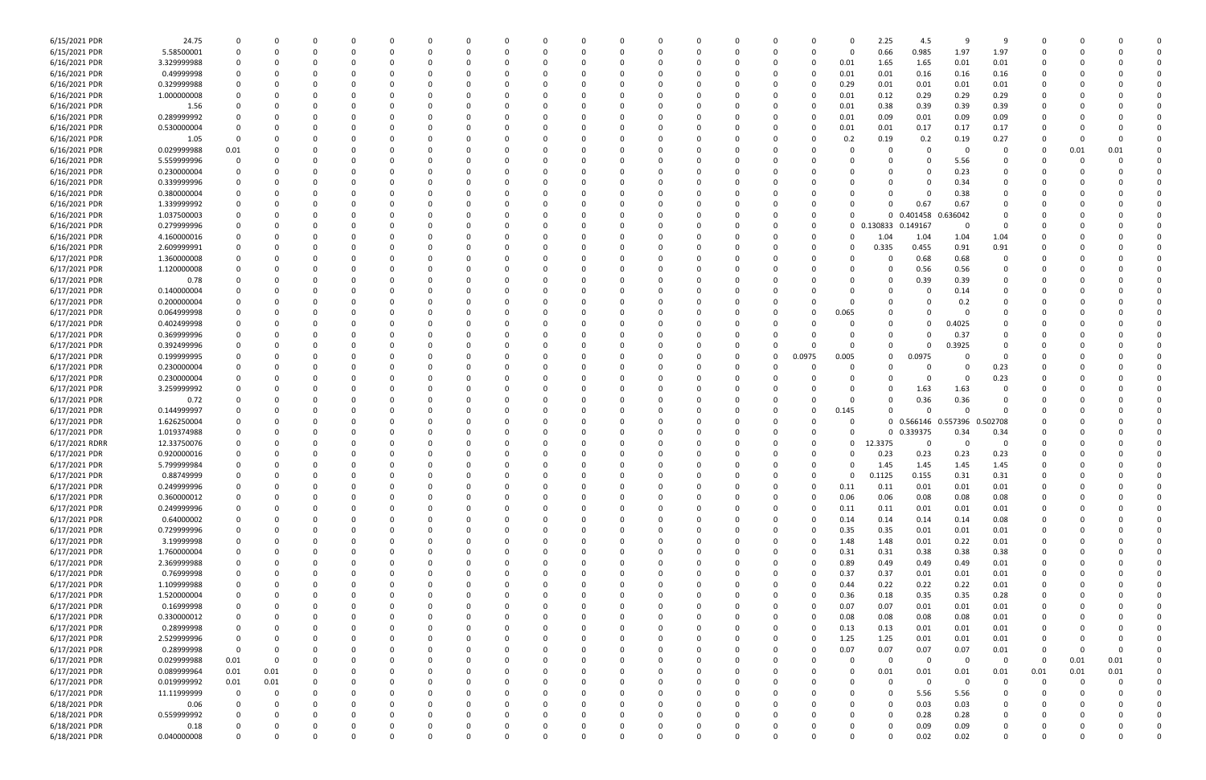| | | | | | | | | | | | | | | | | | | | | | | | | | | | | | |
|---|---|---|---|---|---|---|---|---|---|---|---|---|---|---|---|---|---|---|---|---|---|---|---|---|---|---|---|---|---|
| 6/15/2021 PDR | 24.75 | 0 | 0 | 0 | 0 | 0 | 0 | 0 | 0 | 0 | 0 | 0 | 0 | 0 | 0 | 0 | 0 | 0 | 0 | 0 | 0 | 2.25 | 4.5 | 9 | 9 | 0 | 0 | 0 | 0 | 0 |
| 6/15/2021 PDR | 5.58500001 | 0 | 0 | 0 | 0 | 0 | 0 | 0 | 0 | 0 | 0 | 0 | 0 | 0 | 0 | 0 | 0 | 0 | 0 | 0 | 0 | 0.66 | 0.985 | 1.97 | 1.97 | 0 | 0 | 0 | 0 | 0 |
| 6/16/2021 PDR | 3.329999988 | 0 | 0 | 0 | 0 | 0 | 0 | 0 | 0 | 0 | 0 | 0 | 0 | 0 | 0 | 0 | 0 | 0 | 0 | 0 | 0.01 | 1.65 | 1.65 | 0.01 | 0.01 | 0 | 0 | 0 | 0 | 0 |
| 6/16/2021 PDR | 0.49999998 | 0 | 0 | 0 | 0 | 0 | 0 | 0 | 0 | 0 | 0 | 0 | 0 | 0 | 0 | 0 | 0 | 0 | 0 | 0 | 0.01 | 0.01 | 0.16 | 0.16 | 0.16 | 0 | 0 | 0 | 0 | 0 |
| 6/16/2021 PDR | 0.329999988 | 0 | 0 | 0 | 0 | 0 | 0 | 0 | 0 | 0 | 0 | 0 | 0 | 0 | 0 | 0 | 0 | 0 | 0 | 0 | 0.29 | 0.01 | 0.01 | 0.01 | 0.01 | 0 | 0 | 0 | 0 | 0 |
| 6/16/2021 PDR | 1.000000008 | 0 | 0 | 0 | 0 | 0 | 0 | 0 | 0 | 0 | 0 | 0 | 0 | 0 | 0 | 0 | 0 | 0 | 0 | 0 | 0.01 | 0.12 | 0.29 | 0.29 | 0.29 | 0 | 0 | 0 | 0 | 0 |
| 6/16/2021 PDR | 1.56 | 0 | 0 | 0 | 0 | 0 | 0 | 0 | 0 | 0 | 0 | 0 | 0 | 0 | 0 | 0 | 0 | 0 | 0 | 0 | 0.01 | 0.38 | 0.39 | 0.39 | 0.39 | 0 | 0 | 0 | 0 | 0 |
| 6/16/2021 PDR | 0.289999992 | 0 | 0 | 0 | 0 | 0 | 0 | 0 | 0 | 0 | 0 | 0 | 0 | 0 | 0 | 0 | 0 | 0 | 0 | 0 | 0.01 | 0.09 | 0.01 | 0.09 | 0.09 | 0 | 0 | 0 | 0 | 0 |
| 6/16/2021 PDR | 0.530000004 | 0 | 0 | 0 | 0 | 0 | 0 | 0 | 0 | 0 | 0 | 0 | 0 | 0 | 0 | 0 | 0 | 0 | 0 | 0 | 0.01 | 0.01 | 0.17 | 0.17 | 0.17 | 0 | 0 | 0 | 0 | 0 |
| 6/16/2021 PDR | 1.05 | 0 | 0 | 0 | 0 | 0 | 0 | 0 | 0 | 0 | 0 | 0 | 0 | 0 | 0 | 0 | 0 | 0 | 0 | 0 | 0.2 | 0.19 | 0.2 | 0.19 | 0.27 | 0 | 0 | 0 | 0 | 0 |
| 6/16/2021 PDR | 0.029999988 | 0.01 | 0 | 0 | 0 | 0 | 0 | 0 | 0 | 0 | 0 | 0 | 0 | 0 | 0 | 0 | 0 | 0 | 0 | 0 | 0 | 0 | 0 | 0 | 0 | 0 | 0.01 | 0.01 | 0 | 0 |
| 6/16/2021 PDR | 5.559999996 | 0 | 0 | 0 | 0 | 0 | 0 | 0 | 0 | 0 | 0 | 0 | 0 | 0 | 0 | 0 | 0 | 0 | 0 | 0 | 0 | 0 | 0 | 5.56 | 0 | 0 | 0 | 0 | 0 | 0 |
| 6/16/2021 PDR | 0.230000004 | 0 | 0 | 0 | 0 | 0 | 0 | 0 | 0 | 0 | 0 | 0 | 0 | 0 | 0 | 0 | 0 | 0 | 0 | 0 | 0 | 0 | 0 | 0.23 | 0 | 0 | 0 | 0 | 0 | 0 |
| 6/16/2021 PDR | 0.339999996 | 0 | 0 | 0 | 0 | 0 | 0 | 0 | 0 | 0 | 0 | 0 | 0 | 0 | 0 | 0 | 0 | 0 | 0 | 0 | 0 | 0 | 0 | 0.34 | 0 | 0 | 0 | 0 | 0 | 0 |
| 6/16/2021 PDR | 0.380000004 | 0 | 0 | 0 | 0 | 0 | 0 | 0 | 0 | 0 | 0 | 0 | 0 | 0 | 0 | 0 | 0 | 0 | 0 | 0 | 0 | 0 | 0 | 0.38 | 0 | 0 | 0 | 0 | 0 | 0 |
| 6/16/2021 PDR | 1.339999992 | 0 | 0 | 0 | 0 | 0 | 0 | 0 | 0 | 0 | 0 | 0 | 0 | 0 | 0 | 0 | 0 | 0 | 0 | 0 | 0 | 0 | 0.67 | 0.67 | 0 | 0 | 0 | 0 | 0 | 0 |
| 6/16/2021 PDR | 1.037500003 | 0 | 0 | 0 | 0 | 0 | 0 | 0 | 0 | 0 | 0 | 0 | 0 | 0 | 0 | 0 | 0 | 0 | 0 | 0 | 0 | 0 | 0.401458 | 0.636042 | 0 | 0 | 0 | 0 | 0 | 0 |
| 6/16/2021 PDR | 0.279999996 | 0 | 0 | 0 | 0 | 0 | 0 | 0 | 0 | 0 | 0 | 0 | 0 | 0 | 0 | 0 | 0 | 0 | 0 | 0 | 0 | 0.130833 | 0.149167 | 0 | 0 | 0 | 0 | 0 | 0 | 0 |
| 6/16/2021 PDR | 4.160000016 | 0 | 0 | 0 | 0 | 0 | 0 | 0 | 0 | 0 | 0 | 0 | 0 | 0 | 0 | 0 | 0 | 0 | 0 | 0 | 0 | 1.04 | 1.04 | 1.04 | 1.04 | 0 | 0 | 0 | 0 | 0 |
| 6/16/2021 PDR | 2.609999991 | 0 | 0 | 0 | 0 | 0 | 0 | 0 | 0 | 0 | 0 | 0 | 0 | 0 | 0 | 0 | 0 | 0 | 0 | 0 | 0 | 0.335 | 0.455 | 0.91 | 0.91 | 0 | 0 | 0 | 0 | 0 |
| 6/17/2021 PDR | 1.360000008 | 0 | 0 | 0 | 0 | 0 | 0 | 0 | 0 | 0 | 0 | 0 | 0 | 0 | 0 | 0 | 0 | 0 | 0 | 0 | 0 | 0 | 0.68 | 0.68 | 0 | 0 | 0 | 0 | 0 | 0 |
| 6/17/2021 PDR | 1.120000008 | 0 | 0 | 0 | 0 | 0 | 0 | 0 | 0 | 0 | 0 | 0 | 0 | 0 | 0 | 0 | 0 | 0 | 0 | 0 | 0 | 0 | 0.56 | 0.56 | 0 | 0 | 0 | 0 | 0 | 0 |
| 6/17/2021 PDR | 0.78 | 0 | 0 | 0 | 0 | 0 | 0 | 0 | 0 | 0 | 0 | 0 | 0 | 0 | 0 | 0 | 0 | 0 | 0 | 0 | 0 | 0 | 0.39 | 0.39 | 0 | 0 | 0 | 0 | 0 | 0 |
| 6/17/2021 PDR | 0.140000004 | 0 | 0 | 0 | 0 | 0 | 0 | 0 | 0 | 0 | 0 | 0 | 0 | 0 | 0 | 0 | 0 | 0 | 0 | 0 | 0 | 0 | 0 | 0.14 | 0 | 0 | 0 | 0 | 0 | 0 |
| 6/17/2021 PDR | 0.200000004 | 0 | 0 | 0 | 0 | 0 | 0 | 0 | 0 | 0 | 0 | 0 | 0 | 0 | 0 | 0 | 0 | 0 | 0 | 0 | 0 | 0 | 0 | 0.2 | 0 | 0 | 0 | 0 | 0 | 0 |
| 6/17/2021 PDR | 0.064999998 | 0 | 0 | 0 | 0 | 0 | 0 | 0 | 0 | 0 | 0 | 0 | 0 | 0 | 0 | 0 | 0 | 0 | 0 | 0 | 0.065 | 0 | 0 | 0 | 0 | 0 | 0 | 0 | 0 | 0 |
| 6/17/2021 PDR | 0.402499998 | 0 | 0 | 0 | 0 | 0 | 0 | 0 | 0 | 0 | 0 | 0 | 0 | 0 | 0 | 0 | 0 | 0 | 0 | 0 | 0 | 0 | 0 | 0.4025 | 0 | 0 | 0 | 0 | 0 | 0 |
| 6/17/2021 PDR | 0.369999996 | 0 | 0 | 0 | 0 | 0 | 0 | 0 | 0 | 0 | 0 | 0 | 0 | 0 | 0 | 0 | 0 | 0 | 0 | 0 | 0 | 0 | 0 | 0.37 | 0 | 0 | 0 | 0 | 0 | 0 |
| 6/17/2021 PDR | 0.392499996 | 0 | 0 | 0 | 0 | 0 | 0 | 0 | 0 | 0 | 0 | 0 | 0 | 0 | 0 | 0 | 0 | 0 | 0 | 0 | 0 | 0 | 0 | 0.3925 | 0 | 0 | 0 | 0 | 0 | 0 |
| 6/17/2021 PDR | 0.199999995 | 0 | 0 | 0 | 0 | 0 | 0 | 0 | 0 | 0 | 0 | 0 | 0 | 0 | 0 | 0 | 0 | 0 | 0 | 0.0975 | 0.005 | 0 | 0.0975 | 0 | 0 | 0 | 0 | 0 | 0 | 0 |
| 6/17/2021 PDR | 0.230000004 | 0 | 0 | 0 | 0 | 0 | 0 | 0 | 0 | 0 | 0 | 0 | 0 | 0 | 0 | 0 | 0 | 0 | 0 | 0 | 0 | 0 | 0 | 0 | 0.23 | 0 | 0 | 0 | 0 | 0 |
| 6/17/2021 PDR | 0.230000004 | 0 | 0 | 0 | 0 | 0 | 0 | 0 | 0 | 0 | 0 | 0 | 0 | 0 | 0 | 0 | 0 | 0 | 0 | 0 | 0 | 0 | 0 | 0 | 0.23 | 0 | 0 | 0 | 0 | 0 |
| 6/17/2021 PDR | 3.259999992 | 0 | 0 | 0 | 0 | 0 | 0 | 0 | 0 | 0 | 0 | 0 | 0 | 0 | 0 | 0 | 0 | 0 | 0 | 0 | 0 | 0 | 1.63 | 1.63 | 0 | 0 | 0 | 0 | 0 | 0 |
| 6/17/2021 PDR | 0.72 | 0 | 0 | 0 | 0 | 0 | 0 | 0 | 0 | 0 | 0 | 0 | 0 | 0 | 0 | 0 | 0 | 0 | 0 | 0 | 0 | 0 | 0.36 | 0.36 | 0 | 0 | 0 | 0 | 0 | 0 |
| 6/17/2021 PDR | 0.144999997 | 0 | 0 | 0 | 0 | 0 | 0 | 0 | 0 | 0 | 0 | 0 | 0 | 0 | 0 | 0 | 0 | 0 | 0 | 0 | 0.145 | 0 | 0 | 0 | 0 | 0 | 0 | 0 | 0 | 0 |
| 6/17/2021 PDR | 1.626250004 | 0 | 0 | 0 | 0 | 0 | 0 | 0 | 0 | 0 | 0 | 0 | 0 | 0 | 0 | 0 | 0 | 0 | 0 | 0 | 0 | 0 | 0.566146 | 0.557396 | 0.502708 | 0 | 0 | 0 | 0 | 0 |
| 6/17/2021 PDR | 1.019374988 | 0 | 0 | 0 | 0 | 0 | 0 | 0 | 0 | 0 | 0 | 0 | 0 | 0 | 0 | 0 | 0 | 0 | 0 | 0 | 0 | 0 | 0.339375 | 0.34 | 0.34 | 0 | 0 | 0 | 0 | 0 |
| 6/17/2021 RDRR | 12.33750076 | 0 | 0 | 0 | 0 | 0 | 0 | 0 | 0 | 0 | 0 | 0 | 0 | 0 | 0 | 0 | 0 | 0 | 0 | 0 | 0 | 12.3375 | 0 | 0 | 0 | 0 | 0 | 0 | 0 | 0 |
| 6/17/2021 PDR | 0.920000016 | 0 | 0 | 0 | 0 | 0 | 0 | 0 | 0 | 0 | 0 | 0 | 0 | 0 | 0 | 0 | 0 | 0 | 0 | 0 | 0 | 0.23 | 0.23 | 0.23 | 0.23 | 0 | 0 | 0 | 0 | 0 |
| 6/17/2021 PDR | 5.799999984 | 0 | 0 | 0 | 0 | 0 | 0 | 0 | 0 | 0 | 0 | 0 | 0 | 0 | 0 | 0 | 0 | 0 | 0 | 0 | 0 | 1.45 | 1.45 | 1.45 | 1.45 | 0 | 0 | 0 | 0 | 0 |
| 6/17/2021 PDR | 0.88749999 | 0 | 0 | 0 | 0 | 0 | 0 | 0 | 0 | 0 | 0 | 0 | 0 | 0 | 0 | 0 | 0 | 0 | 0 | 0 | 0 | 0.1125 | 0.155 | 0.31 | 0.31 | 0 | 0 | 0 | 0 | 0 |
| 6/17/2021 PDR | 0.249999996 | 0 | 0 | 0 | 0 | 0 | 0 | 0 | 0 | 0 | 0 | 0 | 0 | 0 | 0 | 0 | 0 | 0 | 0 | 0 | 0.11 | 0.11 | 0.01 | 0.01 | 0.01 | 0 | 0 | 0 | 0 | 0 |
| 6/17/2021 PDR | 0.360000012 | 0 | 0 | 0 | 0 | 0 | 0 | 0 | 0 | 0 | 0 | 0 | 0 | 0 | 0 | 0 | 0 | 0 | 0 | 0 | 0.06 | 0.06 | 0.08 | 0.08 | 0.08 | 0 | 0 | 0 | 0 | 0 |
| 6/17/2021 PDR | 0.249999996 | 0 | 0 | 0 | 0 | 0 | 0 | 0 | 0 | 0 | 0 | 0 | 0 | 0 | 0 | 0 | 0 | 0 | 0 | 0 | 0.11 | 0.11 | 0.01 | 0.01 | 0.01 | 0 | 0 | 0 | 0 | 0 |
| 6/17/2021 PDR | 0.64000002 | 0 | 0 | 0 | 0 | 0 | 0 | 0 | 0 | 0 | 0 | 0 | 0 | 0 | 0 | 0 | 0 | 0 | 0 | 0 | 0.14 | 0.14 | 0.14 | 0.14 | 0.08 | 0 | 0 | 0 | 0 | 0 |
| 6/17/2021 PDR | 0.729999996 | 0 | 0 | 0 | 0 | 0 | 0 | 0 | 0 | 0 | 0 | 0 | 0 | 0 | 0 | 0 | 0 | 0 | 0 | 0 | 0.35 | 0.35 | 0.01 | 0.01 | 0.01 | 0 | 0 | 0 | 0 | 0 |
| 6/17/2021 PDR | 3.19999998 | 0 | 0 | 0 | 0 | 0 | 0 | 0 | 0 | 0 | 0 | 0 | 0 | 0 | 0 | 0 | 0 | 0 | 0 | 0 | 1.48 | 1.48 | 0.01 | 0.22 | 0.01 | 0 | 0 | 0 | 0 | 0 |
| 6/17/2021 PDR | 1.760000004 | 0 | 0 | 0 | 0 | 0 | 0 | 0 | 0 | 0 | 0 | 0 | 0 | 0 | 0 | 0 | 0 | 0 | 0 | 0 | 0.31 | 0.31 | 0.38 | 0.38 | 0.38 | 0 | 0 | 0 | 0 | 0 |
| 6/17/2021 PDR | 2.369999988 | 0 | 0 | 0 | 0 | 0 | 0 | 0 | 0 | 0 | 0 | 0 | 0 | 0 | 0 | 0 | 0 | 0 | 0 | 0 | 0.89 | 0.49 | 0.49 | 0.49 | 0.01 | 0 | 0 | 0 | 0 | 0 |
| 6/17/2021 PDR | 0.76999998 | 0 | 0 | 0 | 0 | 0 | 0 | 0 | 0 | 0 | 0 | 0 | 0 | 0 | 0 | 0 | 0 | 0 | 0 | 0 | 0.37 | 0.37 | 0.01 | 0.01 | 0.01 | 0 | 0 | 0 | 0 | 0 |
| 6/17/2021 PDR | 1.109999988 | 0 | 0 | 0 | 0 | 0 | 0 | 0 | 0 | 0 | 0 | 0 | 0 | 0 | 0 | 0 | 0 | 0 | 0 | 0 | 0.44 | 0.22 | 0.22 | 0.22 | 0.01 | 0 | 0 | 0 | 0 | 0 |
| 6/17/2021 PDR | 1.520000004 | 0 | 0 | 0 | 0 | 0 | 0 | 0 | 0 | 0 | 0 | 0 | 0 | 0 | 0 | 0 | 0 | 0 | 0 | 0 | 0.36 | 0.18 | 0.35 | 0.35 | 0.28 | 0 | 0 | 0 | 0 | 0 |
| 6/17/2021 PDR | 0.16999998 | 0 | 0 | 0 | 0 | 0 | 0 | 0 | 0 | 0 | 0 | 0 | 0 | 0 | 0 | 0 | 0 | 0 | 0 | 0 | 0.07 | 0.07 | 0.01 | 0.01 | 0.01 | 0 | 0 | 0 | 0 | 0 |
| 6/17/2021 PDR | 0.330000012 | 0 | 0 | 0 | 0 | 0 | 0 | 0 | 0 | 0 | 0 | 0 | 0 | 0 | 0 | 0 | 0 | 0 | 0 | 0 | 0.08 | 0.08 | 0.08 | 0.08 | 0.01 | 0 | 0 | 0 | 0 | 0 |
| 6/17/2021 PDR | 0.28999998 | 0 | 0 | 0 | 0 | 0 | 0 | 0 | 0 | 0 | 0 | 0 | 0 | 0 | 0 | 0 | 0 | 0 | 0 | 0 | 0.13 | 0.13 | 0.01 | 0.01 | 0.01 | 0 | 0 | 0 | 0 | 0 |
| 6/17/2021 PDR | 2.529999996 | 0 | 0 | 0 | 0 | 0 | 0 | 0 | 0 | 0 | 0 | 0 | 0 | 0 | 0 | 0 | 0 | 0 | 0 | 0 | 1.25 | 1.25 | 0.01 | 0.01 | 0.01 | 0 | 0 | 0 | 0 | 0 |
| 6/17/2021 PDR | 0.28999998 | 0 | 0 | 0 | 0 | 0 | 0 | 0 | 0 | 0 | 0 | 0 | 0 | 0 | 0 | 0 | 0 | 0 | 0 | 0 | 0.07 | 0.07 | 0.07 | 0.07 | 0.01 | 0 | 0 | 0 | 0 | 0 |
| 6/17/2021 PDR | 0.029999988 | 0.01 | 0 | 0 | 0 | 0 | 0 | 0 | 0 | 0 | 0 | 0 | 0 | 0 | 0 | 0 | 0 | 0 | 0 | 0 | 0 | 0 | 0 | 0 | 0 | 0 | 0.01 | 0.01 | 0 | 0 |
| 6/17/2021 PDR | 0.089999964 | 0.01 | 0.01 | 0 | 0 | 0 | 0 | 0 | 0 | 0 | 0 | 0 | 0 | 0 | 0 | 0 | 0 | 0 | 0 | 0 | 0 | 0.01 | 0.01 | 0.01 | 0.01 | 0.01 | 0.01 | 0.01 | 0 | 0 |
| 6/17/2021 PDR | 0.019999992 | 0.01 | 0.01 | 0 | 0 | 0 | 0 | 0 | 0 | 0 | 0 | 0 | 0 | 0 | 0 | 0 | 0 | 0 | 0 | 0 | 0 | 0 | 0 | 0 | 0 | 0 | 0 | 0 | 0 | 0 |
| 6/17/2021 PDR | 11.11999999 | 0 | 0 | 0 | 0 | 0 | 0 | 0 | 0 | 0 | 0 | 0 | 0 | 0 | 0 | 0 | 0 | 0 | 0 | 0 | 0 | 0 | 5.56 | 5.56 | 0 | 0 | 0 | 0 | 0 | 0 |
| 6/18/2021 PDR | 0.06 | 0 | 0 | 0 | 0 | 0 | 0 | 0 | 0 | 0 | 0 | 0 | 0 | 0 | 0 | 0 | 0 | 0 | 0 | 0 | 0 | 0 | 0.03 | 0.03 | 0 | 0 | 0 | 0 | 0 | 0 |
| 6/18/2021 PDR | 0.559999992 | 0 | 0 | 0 | 0 | 0 | 0 | 0 | 0 | 0 | 0 | 0 | 0 | 0 | 0 | 0 | 0 | 0 | 0 | 0 | 0 | 0 | 0.28 | 0.28 | 0 | 0 | 0 | 0 | 0 | 0 |
| 6/18/2021 PDR | 0.18 | 0 | 0 | 0 | 0 | 0 | 0 | 0 | 0 | 0 | 0 | 0 | 0 | 0 | 0 | 0 | 0 | 0 | 0 | 0 | 0 | 0 | 0.09 | 0.09 | 0 | 0 | 0 | 0 | 0 | 0 |
| 6/18/2021 PDR | 0.040000008 | 0 | 0 | 0 | 0 | 0 | 0 | 0 | 0 | 0 | 0 | 0 | 0 | 0 | 0 | 0 | 0 | 0 | 0 | 0 | 0 | 0 | 0.02 | 0.02 | 0 | 0 | 0 | 0 | 0 | 0 |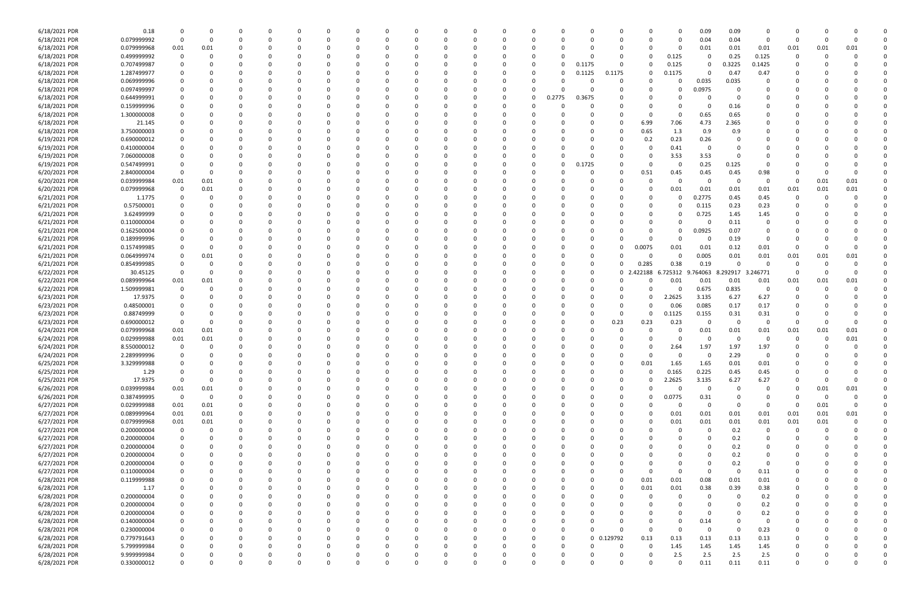| | | | | | | | | | | | | | | | | | | | | | | | |
|---|---|---|---|---|---|---|---|---|---|---|---|---|---|---|---|---|---|---|---|---|---|---|---|
| 6/18/2021 PDR | 0.18 | 0 | 0 | 0 | 0 | 0 | 0 | 0 | 0 | 0 | 0 | 0 | 0 | 0 | 0 | 0 | 0.09 | 0.09 | 0 | 0 | 0 | 0 | 0 |
| 6/18/2021 PDR | 0.079999992 | 0 | 0 | 0 | 0 | 0 | 0 | 0 | 0 | 0 | 0 | 0 | 0 | 0 | 0 | 0 | 0.04 | 0.04 | 0 | 0 | 0 | 0 | 0 |
| 6/18/2021 PDR | 0.079999968 | 0.01 | 0.01 | 0 | 0 | 0 | 0 | 0 | 0 | 0 | 0 | 0 | 0 | 0 | 0 | 0 | 0.01 | 0.01 | 0.01 | 0.01 | 0.01 | 0.01 | 0 |
| 6/18/2021 PDR | 0.499999992 | 0 | 0 | 0 | 0 | 0 | 0 | 0 | 0 | 0 | 0 | 0 | 0 | 0 | 0 | 0.125 | 0 | 0.25 | 0.125 | 0 | 0 | 0 | 0 |
| 6/18/2021 PDR | 0.707499987 | 0 | 0 | 0 | 0 | 0 | 0 | 0 | 0 | 0 | 0 | 0 | 0.1175 | 0 | 0 | 0.125 | 0 | 0.3225 | 0.1425 | 0 | 0 | 0 | 0 |
| 6/18/2021 PDR | 1.287499977 | 0 | 0 | 0 | 0 | 0 | 0 | 0 | 0 | 0 | 0 | 0 | 0.1125 | 0.1175 | 0 | 0.1175 | 0 | 0.47 | 0.47 | 0 | 0 | 0 | 0 |
| 6/18/2021 PDR | 0.069999996 | 0 | 0 | 0 | 0 | 0 | 0 | 0 | 0 | 0 | 0 | 0 | 0 | 0 | 0 | 0 | 0.035 | 0.035 | 0 | 0 | 0 | 0 | 0 |
| 6/18/2021 PDR | 0.097499997 | 0 | 0 | 0 | 0 | 0 | 0 | 0 | 0 | 0 | 0 | 0 | 0 | 0 | 0 | 0 | 0.0975 | 0 | 0 | 0 | 0 | 0 | 0 |
| 6/18/2021 PDR | 0.644999991 | 0 | 0 | 0 | 0 | 0 | 0 | 0 | 0 | 0 | 0 | 0.2775 | 0.3675 | 0 | 0 | 0 | 0 | 0 | 0 | 0 | 0 | 0 | 0 |
| 6/18/2021 PDR | 0.159999996 | 0 | 0 | 0 | 0 | 0 | 0 | 0 | 0 | 0 | 0 | 0 | 0 | 0 | 0 | 0 | 0 | 0.16 | 0 | 0 | 0 | 0 | 0 |
| 6/18/2021 PDR | 1.300000008 | 0 | 0 | 0 | 0 | 0 | 0 | 0 | 0 | 0 | 0 | 0 | 0 | 0 | 0 | 0 | 0.65 | 0.65 | 0 | 0 | 0 | 0 | 0 |
| 6/18/2021 PDR | 21.145 | 0 | 0 | 0 | 0 | 0 | 0 | 0 | 0 | 0 | 0 | 0 | 0 | 0 | 6.99 | 7.06 | 4.73 | 2.365 | 0 | 0 | 0 | 0 | 0 |
| 6/18/2021 PDR | 3.750000003 | 0 | 0 | 0 | 0 | 0 | 0 | 0 | 0 | 0 | 0 | 0 | 0 | 0 | 0.65 | 1.3 | 0.9 | 0.9 | 0 | 0 | 0 | 0 | 0 |
| 6/19/2021 PDR | 0.690000012 | 0 | 0 | 0 | 0 | 0 | 0 | 0 | 0 | 0 | 0 | 0 | 0 | 0 | 0.2 | 0.23 | 0.26 | 0 | 0 | 0 | 0 | 0 | 0 |
| 6/19/2021 PDR | 0.410000004 | 0 | 0 | 0 | 0 | 0 | 0 | 0 | 0 | 0 | 0 | 0 | 0 | 0 | 0 | 0.41 | 0 | 0 | 0 | 0 | 0 | 0 | 0 |
| 6/19/2021 PDR | 7.060000008 | 0 | 0 | 0 | 0 | 0 | 0 | 0 | 0 | 0 | 0 | 0 | 0 | 0 | 0 | 3.53 | 3.53 | 0 | 0 | 0 | 0 | 0 | 0 |
| 6/19/2021 PDR | 0.547499991 | 0 | 0 | 0 | 0 | 0 | 0 | 0 | 0 | 0 | 0 | 0 | 0.1725 | 0 | 0 | 0 | 0.25 | 0.125 | 0 | 0 | 0 | 0 | 0 |
| 6/20/2021 PDR | 2.840000004 | 0 | 0 | 0 | 0 | 0 | 0 | 0 | 0 | 0 | 0 | 0 | 0 | 0 | 0.51 | 0.45 | 0.45 | 0.45 | 0.98 | 0 | 0 | 0 | 0 |
| 6/20/2021 PDR | 0.039999984 | 0.01 | 0.01 | 0 | 0 | 0 | 0 | 0 | 0 | 0 | 0 | 0 | 0 | 0 | 0 | 0 | 0 | 0 | 0 | 0 | 0.01 | 0.01 | 0 |
| 6/20/2021 PDR | 0.079999968 | 0 | 0.01 | 0 | 0 | 0 | 0 | 0 | 0 | 0 | 0 | 0 | 0 | 0 | 0 | 0.01 | 0.01 | 0.01 | 0.01 | 0.01 | 0.01 | 0.01 | 0 |
| 6/21/2021 PDR | 1.1775 | 0 | 0 | 0 | 0 | 0 | 0 | 0 | 0 | 0 | 0 | 0 | 0 | 0 | 0 | 0 | 0.2775 | 0.45 | 0.45 | 0 | 0 | 0 | 0 |
| 6/21/2021 PDR | 0.57500001 | 0 | 0 | 0 | 0 | 0 | 0 | 0 | 0 | 0 | 0 | 0 | 0 | 0 | 0 | 0 | 0.115 | 0.23 | 0.23 | 0 | 0 | 0 | 0 |
| 6/21/2021 PDR | 3.62499999 | 0 | 0 | 0 | 0 | 0 | 0 | 0 | 0 | 0 | 0 | 0 | 0 | 0 | 0 | 0 | 0.725 | 1.45 | 1.45 | 0 | 0 | 0 | 0 |
| 6/21/2021 PDR | 0.110000004 | 0 | 0 | 0 | 0 | 0 | 0 | 0 | 0 | 0 | 0 | 0 | 0 | 0 | 0 | 0 | 0 | 0.11 | 0 | 0 | 0 | 0 | 0 |
| 6/21/2021 PDR | 0.162500004 | 0 | 0 | 0 | 0 | 0 | 0 | 0 | 0 | 0 | 0 | 0 | 0 | 0 | 0 | 0 | 0.0925 | 0.07 | 0 | 0 | 0 | 0 | 0 |
| 6/21/2021 PDR | 0.189999996 | 0 | 0 | 0 | 0 | 0 | 0 | 0 | 0 | 0 | 0 | 0 | 0 | 0 | 0 | 0 | 0 | 0.19 | 0 | 0 | 0 | 0 | 0 |
| 6/21/2021 PDR | 0.157499985 | 0 | 0 | 0 | 0 | 0 | 0 | 0 | 0 | 0 | 0 | 0 | 0 | 0 | 0.0075 | 0.01 | 0.01 | 0.12 | 0.01 | 0 | 0 | 0 | 0 |
| 6/21/2021 PDR | 0.064999974 | 0 | 0.01 | 0 | 0 | 0 | 0 | 0 | 0 | 0 | 0 | 0 | 0 | 0 | 0 | 0 | 0.005 | 0.01 | 0.01 | 0.01 | 0.01 | 0.01 | 0 |
| 6/21/2021 PDR | 0.854999985 | 0 | 0 | 0 | 0 | 0 | 0 | 0 | 0 | 0 | 0 | 0 | 0 | 0 | 0.285 | 0.38 | 0.19 | 0 | 0 | 0 | 0 | 0 | 0 |
| 6/22/2021 PDR | 30.45125 | 0 | 0 | 0 | 0 | 0 | 0 | 0 | 0 | 0 | 0 | 0 | 0 | 0 | 2.422188 | 6.725312 | 9.764063 | 8.292917 | 3.246771 | 0 | 0 | 0 | 0 |
| 6/22/2021 PDR | 0.089999964 | 0.01 | 0.01 | 0 | 0 | 0 | 0 | 0 | 0 | 0 | 0 | 0 | 0 | 0 | 0 | 0.01 | 0.01 | 0.01 | 0.01 | 0.01 | 0.01 | 0.01 | 0 |
| 6/22/2021 PDR | 1.509999981 | 0 | 0 | 0 | 0 | 0 | 0 | 0 | 0 | 0 | 0 | 0 | 0 | 0 | 0 | 0 | 0.675 | 0.835 | 0 | 0 | 0 | 0 | 0 |
| 6/23/2021 PDR | 17.9375 | 0 | 0 | 0 | 0 | 0 | 0 | 0 | 0 | 0 | 0 | 0 | 0 | 0 | 0 | 2.2625 | 3.135 | 6.27 | 6.27 | 0 | 0 | 0 | 0 |
| 6/23/2021 PDR | 0.48500001 | 0 | 0 | 0 | 0 | 0 | 0 | 0 | 0 | 0 | 0 | 0 | 0 | 0 | 0 | 0.06 | 0.085 | 0.17 | 0.17 | 0 | 0 | 0 | 0 |
| 6/23/2021 PDR | 0.88749999 | 0 | 0 | 0 | 0 | 0 | 0 | 0 | 0 | 0 | 0 | 0 | 0 | 0 | 0 | 0.1125 | 0.155 | 0.31 | 0.31 | 0 | 0 | 0 | 0 |
| 6/23/2021 PDR | 0.690000012 | 0 | 0 | 0 | 0 | 0 | 0 | 0 | 0 | 0 | 0 | 0 | 0 | 0.23 | 0.23 | 0.23 | 0 | 0 | 0 | 0 | 0 | 0 | 0 |
| 6/24/2021 PDR | 0.079999968 | 0.01 | 0.01 | 0 | 0 | 0 | 0 | 0 | 0 | 0 | 0 | 0 | 0 | 0 | 0 | 0 | 0.01 | 0.01 | 0.01 | 0.01 | 0.01 | 0.01 | 0 |
| 6/24/2021 PDR | 0.029999988 | 0.01 | 0.01 | 0 | 0 | 0 | 0 | 0 | 0 | 0 | 0 | 0 | 0 | 0 | 0 | 0 | 0 | 0 | 0 | 0 | 0 | 0.01 | 0 |
| 6/24/2021 PDR | 8.550000012 | 0 | 0 | 0 | 0 | 0 | 0 | 0 | 0 | 0 | 0 | 0 | 0 | 0 | 0 | 2.64 | 1.97 | 1.97 | 1.97 | 0 | 0 | 0 | 0 |
| 6/24/2021 PDR | 2.289999996 | 0 | 0 | 0 | 0 | 0 | 0 | 0 | 0 | 0 | 0 | 0 | 0 | 0 | 0 | 0 | 0 | 2.29 | 0 | 0 | 0 | 0 | 0 |
| 6/25/2021 PDR | 3.329999988 | 0 | 0 | 0 | 0 | 0 | 0 | 0 | 0 | 0 | 0 | 0 | 0 | 0 | 0.01 | 1.65 | 1.65 | 0.01 | 0.01 | 0 | 0 | 0 | 0 |
| 6/25/2021 PDR | 1.29 | 0 | 0 | 0 | 0 | 0 | 0 | 0 | 0 | 0 | 0 | 0 | 0 | 0 | 0 | 0.165 | 0.225 | 0.45 | 0.45 | 0 | 0 | 0 | 0 |
| 6/25/2021 PDR | 17.9375 | 0 | 0 | 0 | 0 | 0 | 0 | 0 | 0 | 0 | 0 | 0 | 0 | 0 | 0 | 2.2625 | 3.135 | 6.27 | 6.27 | 0 | 0 | 0 | 0 |
| 6/26/2021 PDR | 0.039999984 | 0.01 | 0.01 | 0 | 0 | 0 | 0 | 0 | 0 | 0 | 0 | 0 | 0 | 0 | 0 | 0 | 0 | 0 | 0 | 0 | 0.01 | 0.01 | 0 |
| 6/26/2021 PDR | 0.387499995 | 0 | 0 | 0 | 0 | 0 | 0 | 0 | 0 | 0 | 0 | 0 | 0 | 0 | 0 | 0.0775 | 0.31 | 0 | 0 | 0 | 0 | 0 | 0 |
| 6/27/2021 PDR | 0.029999988 | 0.01 | 0.01 | 0 | 0 | 0 | 0 | 0 | 0 | 0 | 0 | 0 | 0 | 0 | 0 | 0 | 0 | 0 | 0 | 0 | 0.01 | 0 | 0 |
| 6/27/2021 PDR | 0.089999964 | 0.01 | 0.01 | 0 | 0 | 0 | 0 | 0 | 0 | 0 | 0 | 0 | 0 | 0 | 0 | 0.01 | 0.01 | 0.01 | 0.01 | 0.01 | 0.01 | 0.01 | 0 |
| 6/27/2021 PDR | 0.079999968 | 0.01 | 0.01 | 0 | 0 | 0 | 0 | 0 | 0 | 0 | 0 | 0 | 0 | 0 | 0 | 0.01 | 0.01 | 0.01 | 0.01 | 0.01 | 0.01 | 0 | 0 |
| 6/27/2021 PDR | 0.200000004 | 0 | 0 | 0 | 0 | 0 | 0 | 0 | 0 | 0 | 0 | 0 | 0 | 0 | 0 | 0 | 0 | 0.2 | 0 | 0 | 0 | 0 | 0 |
| 6/27/2021 PDR | 0.200000004 | 0 | 0 | 0 | 0 | 0 | 0 | 0 | 0 | 0 | 0 | 0 | 0 | 0 | 0 | 0 | 0 | 0.2 | 0 | 0 | 0 | 0 | 0 |
| 6/27/2021 PDR | 0.200000004 | 0 | 0 | 0 | 0 | 0 | 0 | 0 | 0 | 0 | 0 | 0 | 0 | 0 | 0 | 0 | 0 | 0.2 | 0 | 0 | 0 | 0 | 0 |
| 6/27/2021 PDR | 0.200000004 | 0 | 0 | 0 | 0 | 0 | 0 | 0 | 0 | 0 | 0 | 0 | 0 | 0 | 0 | 0 | 0 | 0.2 | 0 | 0 | 0 | 0 | 0 |
| 6/27/2021 PDR | 0.200000004 | 0 | 0 | 0 | 0 | 0 | 0 | 0 | 0 | 0 | 0 | 0 | 0 | 0 | 0 | 0 | 0 | 0.2 | 0 | 0 | 0 | 0 | 0 |
| 6/27/2021 PDR | 0.110000004 | 0 | 0 | 0 | 0 | 0 | 0 | 0 | 0 | 0 | 0 | 0 | 0 | 0 | 0 | 0 | 0 | 0 | 0.11 | 0 | 0 | 0 | 0 |
| 6/28/2021 PDR | 0.119999988 | 0 | 0 | 0 | 0 | 0 | 0 | 0 | 0 | 0 | 0 | 0 | 0 | 0 | 0.01 | 0.01 | 0.08 | 0.01 | 0.01 | 0 | 0 | 0 | 0 |
| 6/28/2021 PDR | 1.17 | 0 | 0 | 0 | 0 | 0 | 0 | 0 | 0 | 0 | 0 | 0 | 0 | 0 | 0.01 | 0.01 | 0.38 | 0.39 | 0.38 | 0 | 0 | 0 | 0 |
| 6/28/2021 PDR | 0.200000004 | 0 | 0 | 0 | 0 | 0 | 0 | 0 | 0 | 0 | 0 | 0 | 0 | 0 | 0 | 0 | 0 | 0 | 0.2 | 0 | 0 | 0 | 0 |
| 6/28/2021 PDR | 0.200000004 | 0 | 0 | 0 | 0 | 0 | 0 | 0 | 0 | 0 | 0 | 0 | 0 | 0 | 0 | 0 | 0 | 0 | 0.2 | 0 | 0 | 0 | 0 |
| 6/28/2021 PDR | 0.200000004 | 0 | 0 | 0 | 0 | 0 | 0 | 0 | 0 | 0 | 0 | 0 | 0 | 0 | 0 | 0 | 0 | 0 | 0.2 | 0 | 0 | 0 | 0 |
| 6/28/2021 PDR | 0.140000004 | 0 | 0 | 0 | 0 | 0 | 0 | 0 | 0 | 0 | 0 | 0 | 0 | 0 | 0 | 0 | 0.14 | 0 | 0 | 0 | 0 | 0 | 0 |
| 6/28/2021 PDR | 0.230000004 | 0 | 0 | 0 | 0 | 0 | 0 | 0 | 0 | 0 | 0 | 0 | 0 | 0 | 0 | 0 | 0 | 0 | 0.23 | 0 | 0 | 0 | 0 |
| 6/28/2021 PDR | 0.779791643 | 0 | 0 | 0 | 0 | 0 | 0 | 0 | 0 | 0 | 0 | 0 | 0 | 0.129792 | 0.13 | 0.13 | 0.13 | 0.13 | 0.13 | 0 | 0 | 0 | 0 |
| 6/28/2021 PDR | 5.799999984 | 0 | 0 | 0 | 0 | 0 | 0 | 0 | 0 | 0 | 0 | 0 | 0 | 0 | 0 | 1.45 | 1.45 | 1.45 | 1.45 | 0 | 0 | 0 | 0 |
| 6/28/2021 PDR | 9.999999984 | 0 | 0 | 0 | 0 | 0 | 0 | 0 | 0 | 0 | 0 | 0 | 0 | 0 | 0 | 2.5 | 2.5 | 2.5 | 2.5 | 0 | 0 | 0 | 0 |
| 6/28/2021 PDR | 0.330000012 | 0 | 0 | 0 | 0 | 0 | 0 | 0 | 0 | 0 | 0 | 0 | 0 | 0 | 0 | 0 | 0.11 | 0.11 | 0.11 | 0 | 0 | 0 | 0 |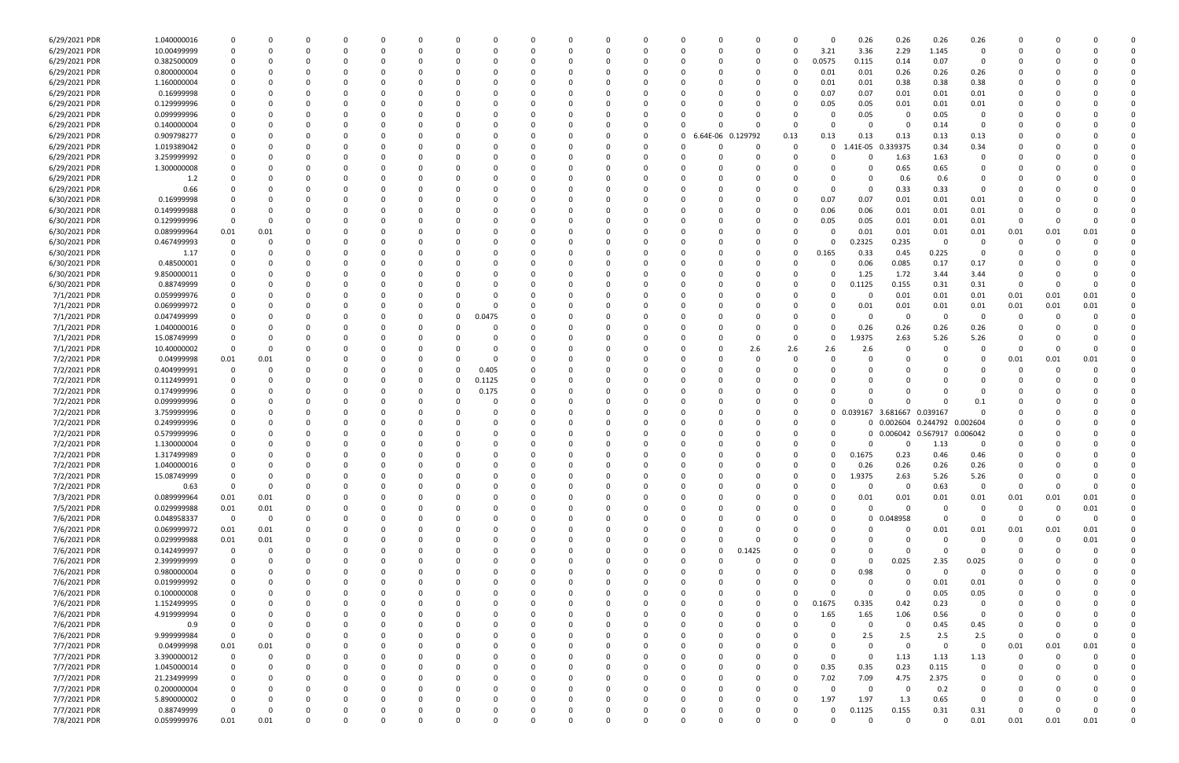| | | | | | | | | | | | | | | | | | | | | | | | | | |
|---|---|---|---|---|---|---|---|---|---|---|---|---|---|---|---|---|---|---|---|---|---|---|---|---|---|
| 6/29/2021 PDR | 1.040000016 | 0 | 0 | 0 | 0 | 0 | 0 | 0 | 0 | 0 | 0 | 0 | 0 | 0 | 0 | 0 | 0 | 0.26 | 0.26 | 0.26 | 0.26 | 0 | 0 | 0 | 0 |
| 6/29/2021 PDR | 10.00499999 | 0 | 0 | 0 | 0 | 0 | 0 | 0 | 0 | 0 | 0 | 0 | 0 | 0 | 0 | 0 | 3.21 | 3.36 | 2.29 | 1.145 | 0 | 0 | 0 | 0 | 0 |
| 6/29/2021 PDR | 0.382500009 | 0 | 0 | 0 | 0 | 0 | 0 | 0 | 0 | 0 | 0 | 0 | 0 | 0 | 0 | 0 | 0.0575 | 0.115 | 0.14 | 0.07 | 0 | 0 | 0 | 0 | 0 |
| 6/29/2021 PDR | 0.800000004 | 0 | 0 | 0 | 0 | 0 | 0 | 0 | 0 | 0 | 0 | 0 | 0 | 0 | 0 | 0 | 0.01 | 0.01 | 0.26 | 0.26 | 0.26 | 0 | 0 | 0 | 0 |
| 6/29/2021 PDR | 1.160000004 | 0 | 0 | 0 | 0 | 0 | 0 | 0 | 0 | 0 | 0 | 0 | 0 | 0 | 0 | 0 | 0.01 | 0.01 | 0.38 | 0.38 | 0.38 | 0 | 0 | 0 | 0 |
| 6/29/2021 PDR | 0.16999998 | 0 | 0 | 0 | 0 | 0 | 0 | 0 | 0 | 0 | 0 | 0 | 0 | 0 | 0 | 0 | 0.07 | 0.07 | 0.01 | 0.01 | 0.01 | 0 | 0 | 0 | 0 |
| 6/29/2021 PDR | 0.129999996 | 0 | 0 | 0 | 0 | 0 | 0 | 0 | 0 | 0 | 0 | 0 | 0 | 0 | 0 | 0 | 0.05 | 0.05 | 0.01 | 0.01 | 0.01 | 0 | 0 | 0 | 0 |
| 6/29/2021 PDR | 0.099999996 | 0 | 0 | 0 | 0 | 0 | 0 | 0 | 0 | 0 | 0 | 0 | 0 | 0 | 0 | 0 | 0 | 0.05 | 0 | 0.05 | 0 | 0 | 0 | 0 | 0 |
| 6/29/2021 PDR | 0.140000004 | 0 | 0 | 0 | 0 | 0 | 0 | 0 | 0 | 0 | 0 | 0 | 0 | 0 | 0 | 0 | 0 | 0 | 0 | 0.14 | 0 | 0 | 0 | 0 | 0 |
| 6/29/2021 PDR | 0.909798277 | 0 | 0 | 0 | 0 | 0 | 0 | 0 | 0 | 0 | 0 | 0 | 0 | 6.64E-06 | 0.129792 | 0.13 | 0.13 | 0.13 | 0.13 | 0.13 | 0.13 | 0 | 0 | 0 | 0 |
| 6/29/2021 PDR | 1.019389042 | 0 | 0 | 0 | 0 | 0 | 0 | 0 | 0 | 0 | 0 | 0 | 0 | 0 | 0 | 0 | 0 | 1.41E-05 | 0.339375 | 0.34 | 0.34 | 0 | 0 | 0 | 0 |
| 6/29/2021 PDR | 3.259999992 | 0 | 0 | 0 | 0 | 0 | 0 | 0 | 0 | 0 | 0 | 0 | 0 | 0 | 0 | 0 | 0 | 0 | 1.63 | 1.63 | 0 | 0 | 0 | 0 | 0 |
| 6/29/2021 PDR | 1.300000008 | 0 | 0 | 0 | 0 | 0 | 0 | 0 | 0 | 0 | 0 | 0 | 0 | 0 | 0 | 0 | 0 | 0 | 0.65 | 0.65 | 0 | 0 | 0 | 0 | 0 |
| 6/29/2021 PDR | 1.2 | 0 | 0 | 0 | 0 | 0 | 0 | 0 | 0 | 0 | 0 | 0 | 0 | 0 | 0 | 0 | 0 | 0 | 0.6 | 0.6 | 0 | 0 | 0 | 0 | 0 |
| 6/29/2021 PDR | 0.66 | 0 | 0 | 0 | 0 | 0 | 0 | 0 | 0 | 0 | 0 | 0 | 0 | 0 | 0 | 0 | 0 | 0 | 0.33 | 0.33 | 0 | 0 | 0 | 0 | 0 |
| 6/30/2021 PDR | 0.16999998 | 0 | 0 | 0 | 0 | 0 | 0 | 0 | 0 | 0 | 0 | 0 | 0 | 0 | 0 | 0 | 0.07 | 0.07 | 0.01 | 0.01 | 0.01 | 0 | 0 | 0 | 0 |
| 6/30/2021 PDR | 0.149999988 | 0 | 0 | 0 | 0 | 0 | 0 | 0 | 0 | 0 | 0 | 0 | 0 | 0 | 0 | 0 | 0.06 | 0.06 | 0.01 | 0.01 | 0.01 | 0 | 0 | 0 | 0 |
| 6/30/2021 PDR | 0.129999996 | 0 | 0 | 0 | 0 | 0 | 0 | 0 | 0 | 0 | 0 | 0 | 0 | 0 | 0 | 0 | 0.05 | 0.05 | 0.01 | 0.01 | 0.01 | 0 | 0 | 0 | 0 |
| 6/30/2021 PDR | 0.089999964 | 0.01 | 0.01 | 0 | 0 | 0 | 0 | 0 | 0 | 0 | 0 | 0 | 0 | 0 | 0 | 0 | 0 | 0.01 | 0.01 | 0.01 | 0.01 | 0.01 | 0.01 | 0.01 | 0 |
| 6/30/2021 PDR | 0.467499993 | 0 | 0 | 0 | 0 | 0 | 0 | 0 | 0 | 0 | 0 | 0 | 0 | 0 | 0 | 0 | 0 | 0.2325 | 0.235 | 0 | 0 | 0 | 0 | 0 | 0 |
| 6/30/2021 PDR | 1.17 | 0 | 0 | 0 | 0 | 0 | 0 | 0 | 0 | 0 | 0 | 0 | 0 | 0 | 0 | 0 | 0.165 | 0.33 | 0.45 | 0.225 | 0 | 0 | 0 | 0 | 0 |
| 6/30/2021 PDR | 0.48500001 | 0 | 0 | 0 | 0 | 0 | 0 | 0 | 0 | 0 | 0 | 0 | 0 | 0 | 0 | 0 | 0 | 0.06 | 0.085 | 0.17 | 0.17 | 0 | 0 | 0 | 0 |
| 6/30/2021 PDR | 9.850000011 | 0 | 0 | 0 | 0 | 0 | 0 | 0 | 0 | 0 | 0 | 0 | 0 | 0 | 0 | 0 | 0 | 1.25 | 1.72 | 3.44 | 3.44 | 0 | 0 | 0 | 0 |
| 6/30/2021 PDR | 0.88749999 | 0 | 0 | 0 | 0 | 0 | 0 | 0 | 0 | 0 | 0 | 0 | 0 | 0 | 0 | 0 | 0 | 0.1125 | 0.155 | 0.31 | 0.31 | 0 | 0 | 0 | 0 |
| 7/1/2021 PDR | 0.059999976 | 0 | 0 | 0 | 0 | 0 | 0 | 0 | 0 | 0 | 0 | 0 | 0 | 0 | 0 | 0 | 0 | 0 | 0.01 | 0.01 | 0.01 | 0.01 | 0.01 | 0.01 | 0 |
| 7/1/2021 PDR | 0.069999972 | 0 | 0 | 0 | 0 | 0 | 0 | 0 | 0 | 0 | 0 | 0 | 0 | 0 | 0 | 0 | 0 | 0.01 | 0.01 | 0.01 | 0.01 | 0.01 | 0.01 | 0.01 | 0 |
| 7/1/2021 PDR | 0.047499999 | 0 | 0 | 0 | 0 | 0 | 0 | 0.0475 | 0 | 0 | 0 | 0 | 0 | 0 | 0 | 0 | 0 | 0 | 0 | 0 | 0 | 0 | 0 | 0 | 0 |
| 7/1/2021 PDR | 1.040000016 | 0 | 0 | 0 | 0 | 0 | 0 | 0 | 0 | 0 | 0 | 0 | 0 | 0 | 0 | 0 | 0 | 0.26 | 0.26 | 0.26 | 0.26 | 0 | 0 | 0 | 0 |
| 7/1/2021 PDR | 15.08749999 | 0 | 0 | 0 | 0 | 0 | 0 | 0 | 0 | 0 | 0 | 0 | 0 | 0 | 0 | 0 | 0 | 1.9375 | 2.63 | 5.26 | 5.26 | 0 | 0 | 0 | 0 |
| 7/1/2021 PDR | 10.40000002 | 0 | 0 | 0 | 0 | 0 | 0 | 0 | 0 | 0 | 0 | 0 | 0 | 0 | 2.6 | 2.6 | 2.6 | 2.6 | 0 | 0 | 0 | 0 | 0 | 0 | 0 |
| 7/2/2021 PDR | 0.04999998 | 0.01 | 0.01 | 0 | 0 | 0 | 0 | 0 | 0 | 0 | 0 | 0 | 0 | 0 | 0 | 0 | 0 | 0 | 0 | 0 | 0 | 0.01 | 0.01 | 0.01 | 0 |
| 7/2/2021 PDR | 0.404999991 | 0 | 0 | 0 | 0 | 0 | 0 | 0.405 | 0 | 0 | 0 | 0 | 0 | 0 | 0 | 0 | 0 | 0 | 0 | 0 | 0 | 0 | 0 | 0 | 0 |
| 7/2/2021 PDR | 0.112499991 | 0 | 0 | 0 | 0 | 0 | 0 | 0.1125 | 0 | 0 | 0 | 0 | 0 | 0 | 0 | 0 | 0 | 0 | 0 | 0 | 0 | 0 | 0 | 0 | 0 |
| 7/2/2021 PDR | 0.174999996 | 0 | 0 | 0 | 0 | 0 | 0 | 0.175 | 0 | 0 | 0 | 0 | 0 | 0 | 0 | 0 | 0 | 0 | 0 | 0 | 0 | 0 | 0 | 0 | 0 |
| 7/2/2021 PDR | 0.099999996 | 0 | 0 | 0 | 0 | 0 | 0 | 0 | 0 | 0 | 0 | 0 | 0 | 0 | 0 | 0 | 0 | 0 | 0 | 0 | 0.1 | 0 | 0 | 0 | 0 |
| 7/2/2021 PDR | 3.759999996 | 0 | 0 | 0 | 0 | 0 | 0 | 0 | 0 | 0 | 0 | 0 | 0 | 0 | 0 | 0 | 0 | 0.039167 | 3.681667 | 0.039167 | 0 | 0 | 0 | 0 | 0 |
| 7/2/2021 PDR | 0.249999996 | 0 | 0 | 0 | 0 | 0 | 0 | 0 | 0 | 0 | 0 | 0 | 0 | 0 | 0 | 0 | 0 | 0 | 0.002604 | 0.244792 | 0.002604 | 0 | 0 | 0 | 0 |
| 7/2/2021 PDR | 0.579999996 | 0 | 0 | 0 | 0 | 0 | 0 | 0 | 0 | 0 | 0 | 0 | 0 | 0 | 0 | 0 | 0 | 0 | 0.006042 | 0.567917 | 0.006042 | 0 | 0 | 0 | 0 |
| 7/2/2021 PDR | 1.130000004 | 0 | 0 | 0 | 0 | 0 | 0 | 0 | 0 | 0 | 0 | 0 | 0 | 0 | 0 | 0 | 0 | 0 | 0 | 1.13 | 0 | 0 | 0 | 0 | 0 |
| 7/2/2021 PDR | 1.317499989 | 0 | 0 | 0 | 0 | 0 | 0 | 0 | 0 | 0 | 0 | 0 | 0 | 0 | 0 | 0 | 0 | 0.1675 | 0.23 | 0.46 | 0.46 | 0 | 0 | 0 | 0 |
| 7/2/2021 PDR | 1.040000016 | 0 | 0 | 0 | 0 | 0 | 0 | 0 | 0 | 0 | 0 | 0 | 0 | 0 | 0 | 0 | 0 | 0.26 | 0.26 | 0.26 | 0.26 | 0 | 0 | 0 | 0 |
| 7/2/2021 PDR | 15.08749999 | 0 | 0 | 0 | 0 | 0 | 0 | 0 | 0 | 0 | 0 | 0 | 0 | 0 | 0 | 0 | 0 | 1.9375 | 2.63 | 5.26 | 5.26 | 0 | 0 | 0 | 0 |
| 7/2/2021 PDR | 0.63 | 0 | 0 | 0 | 0 | 0 | 0 | 0 | 0 | 0 | 0 | 0 | 0 | 0 | 0 | 0 | 0 | 0 | 0 | 0.63 | 0 | 0 | 0 | 0 | 0 |
| 7/3/2021 PDR | 0.089999964 | 0.01 | 0.01 | 0 | 0 | 0 | 0 | 0 | 0 | 0 | 0 | 0 | 0 | 0 | 0 | 0 | 0 | 0.01 | 0.01 | 0.01 | 0.01 | 0.01 | 0.01 | 0.01 | 0 |
| 7/5/2021 PDR | 0.029999988 | 0.01 | 0.01 | 0 | 0 | 0 | 0 | 0 | 0 | 0 | 0 | 0 | 0 | 0 | 0 | 0 | 0 | 0 | 0 | 0 | 0 | 0 | 0 | 0.01 | 0 |
| 7/6/2021 PDR | 0.048958337 | 0 | 0 | 0 | 0 | 0 | 0 | 0 | 0 | 0 | 0 | 0 | 0 | 0 | 0 | 0 | 0 | 0 | 0.048958 | 0 | 0 | 0 | 0 | 0 | 0 |
| 7/6/2021 PDR | 0.069999972 | 0.01 | 0.01 | 0 | 0 | 0 | 0 | 0 | 0 | 0 | 0 | 0 | 0 | 0 | 0 | 0 | 0 | 0 | 0 | 0.01 | 0.01 | 0.01 | 0.01 | 0.01 | 0 |
| 7/6/2021 PDR | 0.029999988 | 0.01 | 0.01 | 0 | 0 | 0 | 0 | 0 | 0 | 0 | 0 | 0 | 0 | 0 | 0 | 0 | 0 | 0 | 0 | 0 | 0 | 0 | 0 | 0.01 | 0 |
| 7/6/2021 PDR | 0.142499997 | 0 | 0 | 0 | 0 | 0 | 0 | 0 | 0 | 0 | 0 | 0 | 0 | 0 | 0.1425 | 0 | 0 | 0 | 0 | 0 | 0 | 0 | 0 | 0 | 0 |
| 7/6/2021 PDR | 2.399999999 | 0 | 0 | 0 | 0 | 0 | 0 | 0 | 0 | 0 | 0 | 0 | 0 | 0 | 0 | 0 | 0 | 0 | 0.025 | 2.35 | 0.025 | 0 | 0 | 0 | 0 |
| 7/6/2021 PDR | 0.980000004 | 0 | 0 | 0 | 0 | 0 | 0 | 0 | 0 | 0 | 0 | 0 | 0 | 0 | 0 | 0 | 0 | 0.98 | 0 | 0 | 0 | 0 | 0 | 0 | 0 |
| 7/6/2021 PDR | 0.01999992 | 0 | 0 | 0 | 0 | 0 | 0 | 0 | 0 | 0 | 0 | 0 | 0 | 0 | 0 | 0 | 0 | 0 | 0 | 0.01 | 0.01 | 0 | 0 | 0 | 0 |
| 7/6/2021 PDR | 0.100000008 | 0 | 0 | 0 | 0 | 0 | 0 | 0 | 0 | 0 | 0 | 0 | 0 | 0 | 0 | 0 | 0 | 0 | 0 | 0.05 | 0.05 | 0 | 0 | 0 | 0 |
| 7/6/2021 PDR | 1.152499995 | 0 | 0 | 0 | 0 | 0 | 0 | 0 | 0 | 0 | 0 | 0 | 0 | 0 | 0 | 0 | 0.1675 | 0.335 | 0.42 | 0.23 | 0 | 0 | 0 | 0 | 0 |
| 7/6/2021 PDR | 4.919999994 | 0 | 0 | 0 | 0 | 0 | 0 | 0 | 0 | 0 | 0 | 0 | 0 | 0 | 0 | 0 | 1.65 | 1.65 | 1.06 | 0.56 | 0 | 0 | 0 | 0 | 0 |
| 7/6/2021 PDR | 0.9 | 0 | 0 | 0 | 0 | 0 | 0 | 0 | 0 | 0 | 0 | 0 | 0 | 0 | 0 | 0 | 0 | 0 | 0 | 0.45 | 0.45 | 0 | 0 | 0 | 0 |
| 7/6/2021 PDR | 9.999999984 | 0 | 0 | 0 | 0 | 0 | 0 | 0 | 0 | 0 | 0 | 0 | 0 | 0 | 0 | 0 | 0 | 2.5 | 2.5 | 2.5 | 2.5 | 0 | 0 | 0 | 0 |
| 7/7/2021 PDR | 0.04999998 | 0.01 | 0.01 | 0 | 0 | 0 | 0 | 0 | 0 | 0 | 0 | 0 | 0 | 0 | 0 | 0 | 0 | 0 | 0 | 0 | 0 | 0.01 | 0.01 | 0.01 | 0 |
| 7/7/2021 PDR | 3.390000012 | 0 | 0 | 0 | 0 | 0 | 0 | 0 | 0 | 0 | 0 | 0 | 0 | 0 | 0 | 0 | 0 | 0 | 1.13 | 1.13 | 1.13 | 0 | 0 | 0 | 0 |
| 7/7/2021 PDR | 1.045000014 | 0 | 0 | 0 | 0 | 0 | 0 | 0 | 0 | 0 | 0 | 0 | 0 | 0 | 0 | 0 | 0.35 | 0.35 | 0.23 | 0.115 | 0 | 0 | 0 | 0 | 0 |
| 7/7/2021 PDR | 21.23499999 | 0 | 0 | 0 | 0 | 0 | 0 | 0 | 0 | 0 | 0 | 0 | 0 | 0 | 0 | 0 | 7.02 | 7.09 | 4.75 | 2.375 | 0 | 0 | 0 | 0 | 0 |
| 7/7/2021 PDR | 0.200000004 | 0 | 0 | 0 | 0 | 0 | 0 | 0 | 0 | 0 | 0 | 0 | 0 | 0 | 0 | 0 | 0 | 0 | 0 | 0.2 | 0 | 0 | 0 | 0 | 0 |
| 7/7/2021 PDR | 5.890000002 | 0 | 0 | 0 | 0 | 0 | 0 | 0 | 0 | 0 | 0 | 0 | 0 | 0 | 0 | 0 | 1.97 | 1.97 | 1.3 | 0.65 | 0 | 0 | 0 | 0 | 0 |
| 7/7/2021 PDR | 0.88749999 | 0 | 0 | 0 | 0 | 0 | 0 | 0 | 0 | 0 | 0 | 0 | 0 | 0 | 0 | 0 | 0 | 0.1125 | 0.155 | 0.31 | 0.31 | 0 | 0 | 0 | 0 |
| 7/8/2021 PDR | 0.059999976 | 0.01 | 0.01 | 0 | 0 | 0 | 0 | 0 | 0 | 0 | 0 | 0 | 0 | 0 | 0 | 0 | 0 | 0 | 0 | 0 | 0.01 | 0.01 | 0.01 | 0.01 | 0 |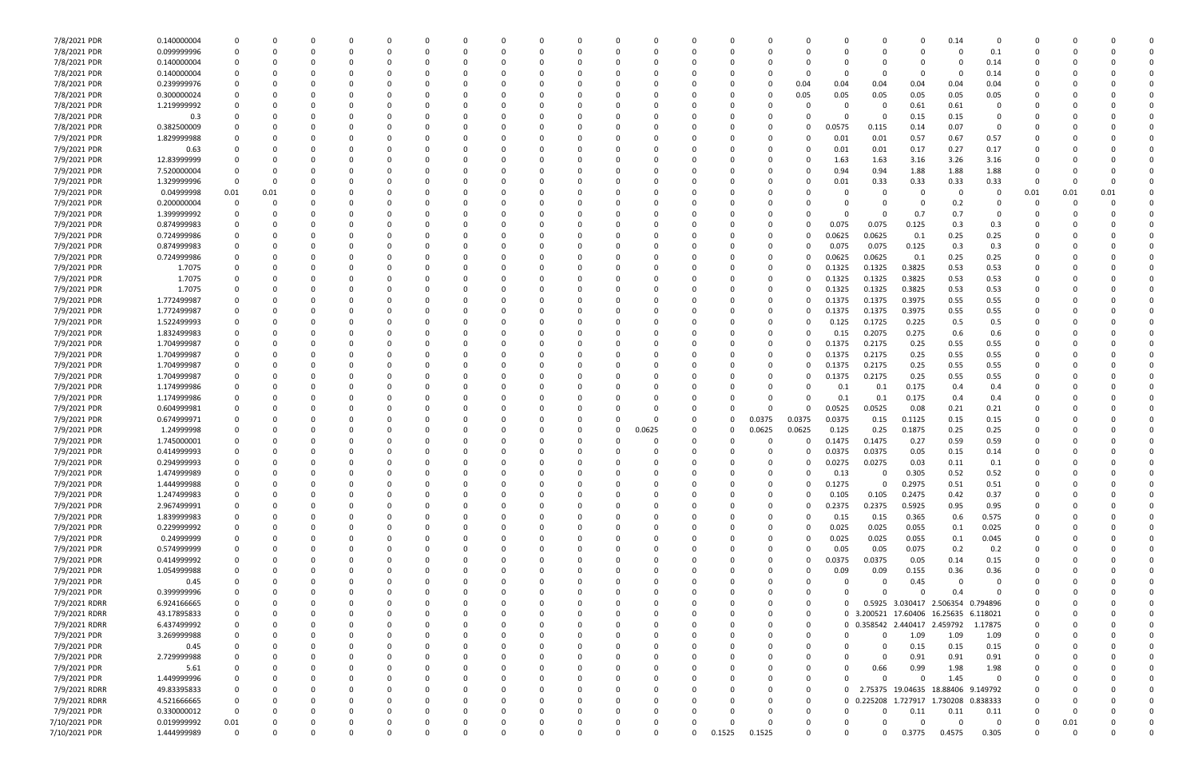| | | | | | | | | | | | | | | | | | | | | | | | | | | | | | | | |
|---|---|---|---|---|---|---|---|---|---|---|---|---|---|---|---|---|---|---|---|---|---|---|---|---|---|---|---|---|---|---|---|
| 7/8/2021 PDR | 0.140000004 | 0 | 0 | 0 | 0 | 0 | 0 | 0 | 0 | 0 | 0 | 0 | 0 | 0 | 0 | 0 | 0 | 0 | 0 | 0 | 0 | 0 | 0 | 0.14 | 0 | 0 | 0 | 0 | 0 | 0 | 0 |
| 7/8/2021 PDR | 0.099999996 | 0 | 0 | 0 | 0 | 0 | 0 | 0 | 0 | 0 | 0 | 0 | 0 | 0 | 0 | 0 | 0 | 0 | 0 | 0 | 0 | 0 | 0 | 0 | 0.1 | 0 | 0 | 0 | 0 | 0 | 0 |
| 7/8/2021 PDR | 0.140000004 | 0 | 0 | 0 | 0 | 0 | 0 | 0 | 0 | 0 | 0 | 0 | 0 | 0 | 0 | 0 | 0 | 0 | 0 | 0 | 0 | 0 | 0 | 0 | 0.14 | 0 | 0 | 0 | 0 | 0 | 0 |
| 7/8/2021 PDR | 0.140000004 | 0 | 0 | 0 | 0 | 0 | 0 | 0 | 0 | 0 | 0 | 0 | 0 | 0 | 0 | 0 | 0 | 0 | 0 | 0 | 0 | 0 | 0 | 0 | 0.14 | 0 | 0 | 0 | 0 | 0 | 0 |
| 7/8/2021 PDR | 0.239999976 | 0 | 0 | 0 | 0 | 0 | 0 | 0 | 0 | 0 | 0 | 0 | 0 | 0 | 0 | 0 | 0 | 0 | 0 | 0.04 | 0.04 | 0.04 | 0.04 | 0.04 | 0.04 | 0 | 0 | 0 | 0 | 0 | 0 |
| 7/8/2021 PDR | 0.300000024 | 0 | 0 | 0 | 0 | 0 | 0 | 0 | 0 | 0 | 0 | 0 | 0 | 0 | 0 | 0 | 0 | 0 | 0 | 0.05 | 0.05 | 0.05 | 0.05 | 0.05 | 0.05 | 0 | 0 | 0 | 0 | 0 | 0 |
| 7/8/2021 PDR | 1.219999992 | 0 | 0 | 0 | 0 | 0 | 0 | 0 | 0 | 0 | 0 | 0 | 0 | 0 | 0 | 0 | 0 | 0 | 0 | 0 | 0 | 0 | 0.61 | 0.61 | 0 | 0 | 0 | 0 | 0 | 0 | 0 |
| 7/8/2021 PDR | 0.3 | 0 | 0 | 0 | 0 | 0 | 0 | 0 | 0 | 0 | 0 | 0 | 0 | 0 | 0 | 0 | 0 | 0 | 0 | 0 | 0 | 0 | 0.15 | 0.15 | 0 | 0 | 0 | 0 | 0 | 0 | 0 |
| 7/8/2021 PDR | 0.382500009 | 0 | 0 | 0 | 0 | 0 | 0 | 0 | 0 | 0 | 0 | 0 | 0 | 0 | 0 | 0 | 0 | 0 | 0 | 0 | 0.0575 | 0.115 | 0.14 | 0.07 | 0 | 0 | 0 | 0 | 0 | 0 | 0 |
| 7/9/2021 PDR | 1.829999988 | 0 | 0 | 0 | 0 | 0 | 0 | 0 | 0 | 0 | 0 | 0 | 0 | 0 | 0 | 0 | 0 | 0 | 0 | 0 | 0.01 | 0.01 | 0.57 | 0.67 | 0.57 | 0 | 0 | 0 | 0 | 0 | 0 |
| 7/9/2021 PDR | 0.63 | 0 | 0 | 0 | 0 | 0 | 0 | 0 | 0 | 0 | 0 | 0 | 0 | 0 | 0 | 0 | 0 | 0 | 0 | 0 | 0.01 | 0.01 | 0.17 | 0.27 | 0.17 | 0 | 0 | 0 | 0 | 0 | 0 |
| 7/9/2021 PDR | 12.83999999 | 0 | 0 | 0 | 0 | 0 | 0 | 0 | 0 | 0 | 0 | 0 | 0 | 0 | 0 | 0 | 0 | 0 | 0 | 0 | 1.63 | 1.63 | 3.16 | 3.26 | 3.16 | 0 | 0 | 0 | 0 | 0 | 0 |
| 7/9/2021 PDR | 7.520000004 | 0 | 0 | 0 | 0 | 0 | 0 | 0 | 0 | 0 | 0 | 0 | 0 | 0 | 0 | 0 | 0 | 0 | 0 | 0 | 0.94 | 0.94 | 1.88 | 1.88 | 1.88 | 0 | 0 | 0 | 0 | 0 | 0 |
| 7/9/2021 PDR | 1.329999996 | 0 | 0 | 0 | 0 | 0 | 0 | 0 | 0 | 0 | 0 | 0 | 0 | 0 | 0 | 0 | 0 | 0 | 0 | 0 | 0.01 | 0.33 | 0.33 | 0.33 | 0.33 | 0 | 0 | 0 | 0 | 0 | 0 |
| 7/9/2021 PDR | 0.04999998 | 0.01 | 0.01 | 0 | 0 | 0 | 0 | 0 | 0 | 0 | 0 | 0 | 0 | 0 | 0 | 0 | 0 | 0 | 0 | 0 | 0 | 0 | 0 | 0 | 0 | 0 | 0 | 0.01 | 0.01 | 0.01 | 0 |
| 7/9/2021 PDR | 0.200000004 | 0 | 0 | 0 | 0 | 0 | 0 | 0 | 0 | 0 | 0 | 0 | 0 | 0 | 0 | 0 | 0 | 0 | 0 | 0 | 0 | 0 | 0 | 0.2 | 0 | 0 | 0 | 0 | 0 | 0 | 0 |
| 7/9/2021 PDR | 1.399999992 | 0 | 0 | 0 | 0 | 0 | 0 | 0 | 0 | 0 | 0 | 0 | 0 | 0 | 0 | 0 | 0 | 0 | 0 | 0 | 0 | 0 | 0.7 | 0.7 | 0 | 0 | 0 | 0 | 0 | 0 | 0 |
| 7/9/2021 PDR | 0.874999983 | 0 | 0 | 0 | 0 | 0 | 0 | 0 | 0 | 0 | 0 | 0 | 0 | 0 | 0 | 0 | 0 | 0 | 0 | 0 | 0.075 | 0.075 | 0.125 | 0.3 | 0.3 | 0 | 0 | 0 | 0 | 0 | 0 |
| 7/9/2021 PDR | 0.724999986 | 0 | 0 | 0 | 0 | 0 | 0 | 0 | 0 | 0 | 0 | 0 | 0 | 0 | 0 | 0 | 0 | 0 | 0 | 0 | 0.0625 | 0.0625 | 0.1 | 0.25 | 0.25 | 0 | 0 | 0 | 0 | 0 | 0 |
| 7/9/2021 PDR | 0.874999983 | 0 | 0 | 0 | 0 | 0 | 0 | 0 | 0 | 0 | 0 | 0 | 0 | 0 | 0 | 0 | 0 | 0 | 0 | 0 | 0.075 | 0.075 | 0.125 | 0.3 | 0.3 | 0 | 0 | 0 | 0 | 0 | 0 |
| 7/9/2021 PDR | 0.724999986 | 0 | 0 | 0 | 0 | 0 | 0 | 0 | 0 | 0 | 0 | 0 | 0 | 0 | 0 | 0 | 0 | 0 | 0 | 0 | 0.0625 | 0.0625 | 0.1 | 0.25 | 0.25 | 0 | 0 | 0 | 0 | 0 | 0 |
| 7/9/2021 PDR | 1.7075 | 0 | 0 | 0 | 0 | 0 | 0 | 0 | 0 | 0 | 0 | 0 | 0 | 0 | 0 | 0 | 0 | 0 | 0 | 0 | 0.1325 | 0.1325 | 0.3825 | 0.53 | 0.53 | 0 | 0 | 0 | 0 | 0 | 0 |
| 7/9/2021 PDR | 1.7075 | 0 | 0 | 0 | 0 | 0 | 0 | 0 | 0 | 0 | 0 | 0 | 0 | 0 | 0 | 0 | 0 | 0 | 0 | 0 | 0.1325 | 0.1325 | 0.3825 | 0.53 | 0.53 | 0 | 0 | 0 | 0 | 0 | 0 |
| 7/9/2021 PDR | 1.7075 | 0 | 0 | 0 | 0 | 0 | 0 | 0 | 0 | 0 | 0 | 0 | 0 | 0 | 0 | 0 | 0 | 0 | 0 | 0 | 0.1325 | 0.1325 | 0.3825 | 0.53 | 0.53 | 0 | 0 | 0 | 0 | 0 | 0 |
| 7/9/2021 PDR | 1.772499987 | 0 | 0 | 0 | 0 | 0 | 0 | 0 | 0 | 0 | 0 | 0 | 0 | 0 | 0 | 0 | 0 | 0 | 0 | 0 | 0.1375 | 0.1375 | 0.3975 | 0.55 | 0.55 | 0 | 0 | 0 | 0 | 0 | 0 |
| 7/9/2021 PDR | 1.772499987 | 0 | 0 | 0 | 0 | 0 | 0 | 0 | 0 | 0 | 0 | 0 | 0 | 0 | 0 | 0 | 0 | 0 | 0 | 0 | 0.1375 | 0.1375 | 0.3975 | 0.55 | 0.55 | 0 | 0 | 0 | 0 | 0 | 0 |
| 7/9/2021 PDR | 1.522499993 | 0 | 0 | 0 | 0 | 0 | 0 | 0 | 0 | 0 | 0 | 0 | 0 | 0 | 0 | 0 | 0 | 0 | 0 | 0 | 0.125 | 0.1725 | 0.225 | 0.5 | 0.5 | 0 | 0 | 0 | 0 | 0 | 0 |
| 7/9/2021 PDR | 1.832499983 | 0 | 0 | 0 | 0 | 0 | 0 | 0 | 0 | 0 | 0 | 0 | 0 | 0 | 0 | 0 | 0 | 0 | 0 | 0 | 0.15 | 0.2075 | 0.275 | 0.6 | 0.6 | 0 | 0 | 0 | 0 | 0 | 0 |
| 7/9/2021 PDR | 1.704999987 | 0 | 0 | 0 | 0 | 0 | 0 | 0 | 0 | 0 | 0 | 0 | 0 | 0 | 0 | 0 | 0 | 0 | 0 | 0 | 0.1375 | 0.2175 | 0.25 | 0.55 | 0.55 | 0 | 0 | 0 | 0 | 0 | 0 |
| 7/9/2021 PDR | 1.704999987 | 0 | 0 | 0 | 0 | 0 | 0 | 0 | 0 | 0 | 0 | 0 | 0 | 0 | 0 | 0 | 0 | 0 | 0 | 0 | 0.1375 | 0.2175 | 0.25 | 0.55 | 0.55 | 0 | 0 | 0 | 0 | 0 | 0 |
| 7/9/2021 PDR | 1.704999987 | 0 | 0 | 0 | 0 | 0 | 0 | 0 | 0 | 0 | 0 | 0 | 0 | 0 | 0 | 0 | 0 | 0 | 0 | 0 | 0.1375 | 0.2175 | 0.25 | 0.55 | 0.55 | 0 | 0 | 0 | 0 | 0 | 0 |
| 7/9/2021 PDR | 1.704999987 | 0 | 0 | 0 | 0 | 0 | 0 | 0 | 0 | 0 | 0 | 0 | 0 | 0 | 0 | 0 | 0 | 0 | 0 | 0 | 0.1375 | 0.2175 | 0.25 | 0.55 | 0.55 | 0 | 0 | 0 | 0 | 0 | 0 |
| 7/9/2021 PDR | 1.174999986 | 0 | 0 | 0 | 0 | 0 | 0 | 0 | 0 | 0 | 0 | 0 | 0 | 0 | 0 | 0 | 0 | 0 | 0 | 0 | 0.1 | 0.1 | 0.175 | 0.4 | 0.4 | 0 | 0 | 0 | 0 | 0 | 0 |
| 7/9/2021 PDR | 1.174999986 | 0 | 0 | 0 | 0 | 0 | 0 | 0 | 0 | 0 | 0 | 0 | 0 | 0 | 0 | 0 | 0 | 0 | 0 | 0 | 0.1 | 0.1 | 0.175 | 0.4 | 0.4 | 0 | 0 | 0 | 0 | 0 | 0 |
| 7/9/2021 PDR | 0.604999981 | 0 | 0 | 0 | 0 | 0 | 0 | 0 | 0 | 0 | 0 | 0 | 0 | 0 | 0 | 0 | 0 | 0 | 0 | 0 | 0.0525 | 0.0525 | 0.08 | 0.21 | 0.21 | 0 | 0 | 0 | 0 | 0 | 0 |
| 7/9/2021 PDR | 0.674999971 | 0 | 0 | 0 | 0 | 0 | 0 | 0 | 0 | 0 | 0 | 0 | 0 | 0 | 0 | 0 | 0 | 0 | 0.0375 | 0.0375 | 0.0375 | 0.15 | 0.1125 | 0.15 | 0.15 | 0 | 0 | 0 | 0 | 0 | 0 |
| 7/9/2021 PDR | 1.24999998 | 0 | 0 | 0 | 0 | 0 | 0 | 0 | 0 | 0 | 0 | 0 | 0 | 0 | 0 | 0.0625 | 0 | 0 | 0.0625 | 0.0625 | 0.125 | 0.25 | 0.1875 | 0.25 | 0.25 | 0 | 0 | 0 | 0 | 0 | 0 |
| 7/9/2021 PDR | 1.745000001 | 0 | 0 | 0 | 0 | 0 | 0 | 0 | 0 | 0 | 0 | 0 | 0 | 0 | 0 | 0 | 0 | 0 | 0 | 0 | 0.1475 | 0.1475 | 0.27 | 0.59 | 0.59 | 0 | 0 | 0 | 0 | 0 | 0 |
| 7/9/2021 PDR | 0.414999993 | 0 | 0 | 0 | 0 | 0 | 0 | 0 | 0 | 0 | 0 | 0 | 0 | 0 | 0 | 0 | 0 | 0 | 0 | 0 | 0.0375 | 0.0375 | 0.05 | 0.15 | 0.14 | 0 | 0 | 0 | 0 | 0 | 0 |
| 7/9/2021 PDR | 0.294999993 | 0 | 0 | 0 | 0 | 0 | 0 | 0 | 0 | 0 | 0 | 0 | 0 | 0 | 0 | 0 | 0 | 0 | 0 | 0 | 0.0275 | 0.0275 | 0.03 | 0.11 | 0.1 | 0 | 0 | 0 | 0 | 0 | 0 |
| 7/9/2021 PDR | 1.474999989 | 0 | 0 | 0 | 0 | 0 | 0 | 0 | 0 | 0 | 0 | 0 | 0 | 0 | 0 | 0 | 0 | 0 | 0 | 0 | 0.13 | 0 | 0.305 | 0.52 | 0.52 | 0 | 0 | 0 | 0 | 0 | 0 |
| 7/9/2021 PDR | 1.444999988 | 0 | 0 | 0 | 0 | 0 | 0 | 0 | 0 | 0 | 0 | 0 | 0 | 0 | 0 | 0 | 0 | 0 | 0 | 0 | 0.1275 | 0 | 0.2975 | 0.51 | 0.51 | 0 | 0 | 0 | 0 | 0 | 0 |
| 7/9/2021 PDR | 1.247499983 | 0 | 0 | 0 | 0 | 0 | 0 | 0 | 0 | 0 | 0 | 0 | 0 | 0 | 0 | 0 | 0 | 0 | 0 | 0 | 0.105 | 0.105 | 0.2475 | 0.42 | 0.37 | 0 | 0 | 0 | 0 | 0 | 0 |
| 7/9/2021 PDR | 2.967499991 | 0 | 0 | 0 | 0 | 0 | 0 | 0 | 0 | 0 | 0 | 0 | 0 | 0 | 0 | 0 | 0 | 0 | 0 | 0 | 0.2375 | 0.2375 | 0.5925 | 0.95 | 0.95 | 0 | 0 | 0 | 0 | 0 | 0 |
| 7/9/2021 PDR | 1.839999983 | 0 | 0 | 0 | 0 | 0 | 0 | 0 | 0 | 0 | 0 | 0 | 0 | 0 | 0 | 0 | 0 | 0 | 0 | 0 | 0.15 | 0.15 | 0.365 | 0.6 | 0.575 | 0 | 0 | 0 | 0 | 0 | 0 |
| 7/9/2021 PDR | 0.229999992 | 0 | 0 | 0 | 0 | 0 | 0 | 0 | 0 | 0 | 0 | 0 | 0 | 0 | 0 | 0 | 0 | 0 | 0 | 0 | 0.025 | 0.025 | 0.055 | 0.1 | 0.025 | 0 | 0 | 0 | 0 | 0 | 0 |
| 7/9/2021 PDR | 0.24999999 | 0 | 0 | 0 | 0 | 0 | 0 | 0 | 0 | 0 | 0 | 0 | 0 | 0 | 0 | 0 | 0 | 0 | 0 | 0 | 0.025 | 0.025 | 0.055 | 0.1 | 0.045 | 0 | 0 | 0 | 0 | 0 | 0 |
| 7/9/2021 PDR | 0.574999999 | 0 | 0 | 0 | 0 | 0 | 0 | 0 | 0 | 0 | 0 | 0 | 0 | 0 | 0 | 0 | 0 | 0 | 0 | 0 | 0.05 | 0.05 | 0.075 | 0.2 | 0.2 | 0 | 0 | 0 | 0 | 0 | 0 |
| 7/9/2021 PDR | 0.414999992 | 0 | 0 | 0 | 0 | 0 | 0 | 0 | 0 | 0 | 0 | 0 | 0 | 0 | 0 | 0 | 0 | 0 | 0 | 0 | 0.0375 | 0.0375 | 0.05 | 0.14 | 0.15 | 0 | 0 | 0 | 0 | 0 | 0 |
| 7/9/2021 PDR | 1.054999988 | 0 | 0 | 0 | 0 | 0 | 0 | 0 | 0 | 0 | 0 | 0 | 0 | 0 | 0 | 0 | 0 | 0 | 0 | 0 | 0.09 | 0.09 | 0.155 | 0.36 | 0.36 | 0 | 0 | 0 | 0 | 0 | 0 |
| 7/9/2021 PDR | 0.45 | 0 | 0 | 0 | 0 | 0 | 0 | 0 | 0 | 0 | 0 | 0 | 0 | 0 | 0 | 0 | 0 | 0 | 0 | 0 | 0 | 0 | 0.45 | 0 | 0 | 0 | 0 | 0 | 0 | 0 | 0 |
| 7/9/2021 PDR | 0.399999996 | 0 | 0 | 0 | 0 | 0 | 0 | 0 | 0 | 0 | 0 | 0 | 0 | 0 | 0 | 0 | 0 | 0 | 0 | 0 | 0 | 0 | 0 | 0.4 | 0 | 0 | 0 | 0 | 0 | 0 | 0 |
| 7/9/2021 RDRR | 6.924166665 | 0 | 0 | 0 | 0 | 0 | 0 | 0 | 0 | 0 | 0 | 0 | 0 | 0 | 0 | 0 | 0 | 0 | 0 | 0 | 0 | 0.5925 | 3.030417 | 2.506354 | 0.794896 | 0 | 0 | 0 | 0 | 0 | 0 |
| 7/9/2021 RDRR | 43.17895833 | 0 | 0 | 0 | 0 | 0 | 0 | 0 | 0 | 0 | 0 | 0 | 0 | 0 | 0 | 0 | 0 | 0 | 0 | 0 | 0 | 3.200521 | 17.60406 | 16.25635 | 6.118021 | 0 | 0 | 0 | 0 | 0 | 0 |
| 7/9/2021 RDRR | 6.437499992 | 0 | 0 | 0 | 0 | 0 | 0 | 0 | 0 | 0 | 0 | 0 | 0 | 0 | 0 | 0 | 0 | 0 | 0 | 0 | 0 | 0.358542 | 2.440417 | 2.459792 | 1.17875 | 0 | 0 | 0 | 0 | 0 | 0 |
| 7/9/2021 PDR | 3.269999988 | 0 | 0 | 0 | 0 | 0 | 0 | 0 | 0 | 0 | 0 | 0 | 0 | 0 | 0 | 0 | 0 | 0 | 0 | 0 | 0 | 0 | 1.09 | 1.09 | 1.09 | 0 | 0 | 0 | 0 | 0 | 0 |
| 7/9/2021 PDR | 0.45 | 0 | 0 | 0 | 0 | 0 | 0 | 0 | 0 | 0 | 0 | 0 | 0 | 0 | 0 | 0 | 0 | 0 | 0 | 0 | 0 | 0 | 0.15 | 0.15 | 0.15 | 0 | 0 | 0 | 0 | 0 | 0 |
| 7/9/2021 PDR | 2.729999988 | 0 | 0 | 0 | 0 | 0 | 0 | 0 | 0 | 0 | 0 | 0 | 0 | 0 | 0 | 0 | 0 | 0 | 0 | 0 | 0 | 0 | 0.91 | 0.91 | 0.91 | 0 | 0 | 0 | 0 | 0 | 0 |
| 7/9/2021 PDR | 5.61 | 0 | 0 | 0 | 0 | 0 | 0 | 0 | 0 | 0 | 0 | 0 | 0 | 0 | 0 | 0 | 0 | 0 | 0 | 0 | 0 | 0.66 | 0.99 | 1.98 | 1.98 | 0 | 0 | 0 | 0 | 0 | 0 |
| 7/9/2021 PDR | 1.449999996 | 0 | 0 | 0 | 0 | 0 | 0 | 0 | 0 | 0 | 0 | 0 | 0 | 0 | 0 | 0 | 0 | 0 | 0 | 0 | 0 | 0 | 0 | 1.45 | 0 | 0 | 0 | 0 | 0 | 0 | 0 |
| 7/9/2021 RDRR | 49.83395833 | 0 | 0 | 0 | 0 | 0 | 0 | 0 | 0 | 0 | 0 | 0 | 0 | 0 | 0 | 0 | 0 | 0 | 0 | 0 | 0 | 2.75375 | 19.04635 | 18.88406 | 9.149792 | 0 | 0 | 0 | 0 | 0 | 0 |
| 7/9/2021 RDRR | 4.521666665 | 0 | 0 | 0 | 0 | 0 | 0 | 0 | 0 | 0 | 0 | 0 | 0 | 0 | 0 | 0 | 0 | 0 | 0 | 0 | 0 | 0.225208 | 1.727917 | 1.730208 | 0.838333 | 0 | 0 | 0 | 0 | 0 | 0 |
| 7/9/2021 PDR | 0.330000012 | 0 | 0 | 0 | 0 | 0 | 0 | 0 | 0 | 0 | 0 | 0 | 0 | 0 | 0 | 0 | 0 | 0 | 0 | 0 | 0 | 0 | 0.11 | 0.11 | 0.11 | 0 | 0 | 0 | 0 | 0 | 0 |
| 7/10/2021 PDR | 0.019999992 | 0.01 | 0 | 0 | 0 | 0 | 0 | 0 | 0 | 0 | 0 | 0 | 0 | 0 | 0 | 0 | 0 | 0 | 0 | 0 | 0 | 0 | 0 | 0 | 0 | 0 | 0 | 0 | 0.01 | 0 | 0 |
| 7/10/2021 PDR | 1.444999989 | 0 | 0 | 0 | 0 | 0 | 0 | 0 | 0 | 0 | 0 | 0 | 0 | 0 | 0 | 0 | 0 | 0.1525 | 0.1525 | 0 | 0 | 0 | 0.3775 | 0.4575 | 0.305 | 0 | 0 | 0 | 0 | 0 | 0 |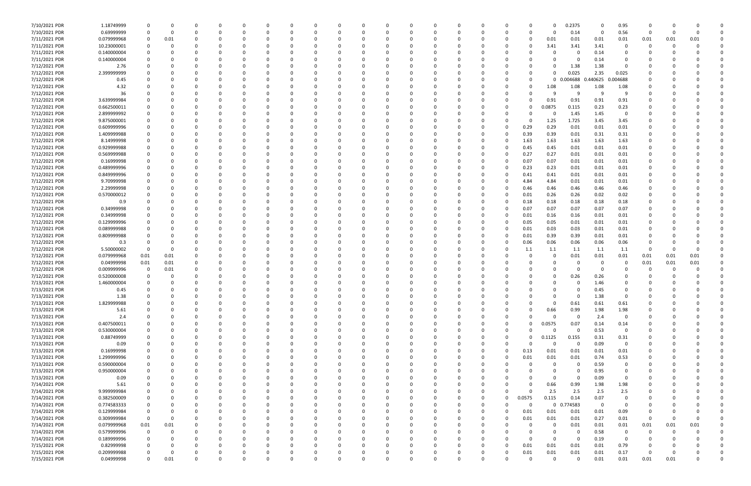| | | | | | | | | | | | | | | | | | | | | | | | | | | | | | |
|---|---|---|---|---|---|---|---|---|---|---|---|---|---|---|---|---|---|---|---|---|---|---|---|---|---|---|---|---|---|
| 7/10/2021 PDR | 1.18749999 | 0 | 0 | 0 | 0 | 0 | 0 | 0 | 0 | 0 | 0 | 0 | 0 | 0 | 0 | 0 | 0 | 0 | 0 | 0 | 0 | 0.2375 | 0 | 0.95 | 0 | 0 | 0 | 0 | 0 |
| 7/10/2021 PDR | 0.69999999 | 0 | 0 | 0 | 0 | 0 | 0 | 0 | 0 | 0 | 0 | 0 | 0 | 0 | 0 | 0 | 0 | 0 | 0 | 0 | 0 | 0.14 | 0 | 0.56 | 0 | 0 | 0 | 0 | 0 |
| 7/11/2021 PDR | 0.079999968 | 0 | 0.01 | 0 | 0 | 0 | 0 | 0 | 0 | 0 | 0 | 0 | 0 | 0 | 0 | 0 | 0 | 0 | 0 | 0 | 0 | 0.01 | 0.01 | 0.01 | 0.01 | 0.01 | 0.01 | 0.01 | 0 |
| 7/11/2021 PDR | 10.23000001 | 0 | 0 | 0 | 0 | 0 | 0 | 0 | 0 | 0 | 0 | 0 | 0 | 0 | 0 | 0 | 0 | 0 | 0 | 0 | 0 | 3.41 | 3.41 | 3.41 | 0 | 0 | 0 | 0 | 0 |
| 7/11/2021 PDR | 0.140000004 | 0 | 0 | 0 | 0 | 0 | 0 | 0 | 0 | 0 | 0 | 0 | 0 | 0 | 0 | 0 | 0 | 0 | 0 | 0 | 0 | 0 | 0 | 0.14 | 0 | 0 | 0 | 0 | 0 |
| 7/11/2021 PDR | 0.140000004 | 0 | 0 | 0 | 0 | 0 | 0 | 0 | 0 | 0 | 0 | 0 | 0 | 0 | 0 | 0 | 0 | 0 | 0 | 0 | 0 | 0 | 0 | 0.14 | 0 | 0 | 0 | 0 | 0 |
| 7/12/2021 PDR | 2.76 | 0 | 0 | 0 | 0 | 0 | 0 | 0 | 0 | 0 | 0 | 0 | 0 | 0 | 0 | 0 | 0 | 0 | 0 | 0 | 0 | 0 | 1.38 | 1.38 | 0 | 0 | 0 | 0 | 0 |
| 7/12/2021 PDR | 2.399999999 | 0 | 0 | 0 | 0 | 0 | 0 | 0 | 0 | 0 | 0 | 0 | 0 | 0 | 0 | 0 | 0 | 0 | 0 | 0 | 0 | 0 | 0.025 | 2.35 | 0.025 | 0 | 0 | 0 | 0 |
| 7/12/2021 PDR | 0.45 | 0 | 0 | 0 | 0 | 0 | 0 | 0 | 0 | 0 | 0 | 0 | 0 | 0 | 0 | 0 | 0 | 0 | 0 | 0 | 0 | 0 | 0.004688 | 0.440625 | 0.004688 | 0 | 0 | 0 | 0 |
| 7/12/2021 PDR | 4.32 | 0 | 0 | 0 | 0 | 0 | 0 | 0 | 0 | 0 | 0 | 0 | 0 | 0 | 0 | 0 | 0 | 0 | 0 | 0 | 0 | 1.08 | 1.08 | 1.08 | 1.08 | 0 | 0 | 0 | 0 |
| 7/12/2021 PDR | 36 | 0 | 0 | 0 | 0 | 0 | 0 | 0 | 0 | 0 | 0 | 0 | 0 | 0 | 0 | 0 | 0 | 0 | 0 | 0 | 0 | 9 | 9 | 9 | 9 | 0 | 0 | 0 | 0 |
| 7/12/2021 PDR | 3.639999984 | 0 | 0 | 0 | 0 | 0 | 0 | 0 | 0 | 0 | 0 | 0 | 0 | 0 | 0 | 0 | 0 | 0 | 0 | 0 | 0 | 0.91 | 0.91 | 0.91 | 0.91 | 0 | 0 | 0 | 0 |
| 7/12/2021 PDR | 0.662500011 | 0 | 0 | 0 | 0 | 0 | 0 | 0 | 0 | 0 | 0 | 0 | 0 | 0 | 0 | 0 | 0 | 0 | 0 | 0 | 0 | 0.0875 | 0.115 | 0.23 | 0.23 | 0 | 0 | 0 | 0 |
| 7/12/2021 PDR | 2.899999992 | 0 | 0 | 0 | 0 | 0 | 0 | 0 | 0 | 0 | 0 | 0 | 0 | 0 | 0 | 0 | 0 | 0 | 0 | 0 | 0 | 0 | 1.45 | 1.45 | 0 | 0 | 0 | 0 | 0 |
| 7/12/2021 PDR | 9.875000001 | 0 | 0 | 0 | 0 | 0 | 0 | 0 | 0 | 0 | 0 | 0 | 0 | 0 | 0 | 0 | 0 | 0 | 0 | 0 | 0 | 1.25 | 1.725 | 3.45 | 3.45 | 0 | 0 | 0 | 0 |
| 7/12/2021 PDR | 0.609999996 | 0 | 0 | 0 | 0 | 0 | 0 | 0 | 0 | 0 | 0 | 0 | 0 | 0 | 0 | 0 | 0 | 0 | 0 | 0 | 0.29 | 0.29 | 0.01 | 0.01 | 0.01 | 0 | 0 | 0 | 0 |
| 7/12/2021 PDR | 1.409999988 | 0 | 0 | 0 | 0 | 0 | 0 | 0 | 0 | 0 | 0 | 0 | 0 | 0 | 0 | 0 | 0 | 0 | 0 | 0 | 0.39 | 0.39 | 0.01 | 0.31 | 0.31 | 0 | 0 | 0 | 0 |
| 7/12/2021 PDR | 8.14999998 | 0 | 0 | 0 | 0 | 0 | 0 | 0 | 0 | 0 | 0 | 0 | 0 | 0 | 0 | 0 | 0 | 0 | 0 | 0 | 1.63 | 1.63 | 1.63 | 1.63 | 1.63 | 0 | 0 | 0 | 0 |
| 7/12/2021 PDR | 0.929999988 | 0 | 0 | 0 | 0 | 0 | 0 | 0 | 0 | 0 | 0 | 0 | 0 | 0 | 0 | 0 | 0 | 0 | 0 | 0 | 0.45 | 0.45 | 0.01 | 0.01 | 0.01 | 0 | 0 | 0 | 0 |
| 7/12/2021 PDR | 0.569999988 | 0 | 0 | 0 | 0 | 0 | 0 | 0 | 0 | 0 | 0 | 0 | 0 | 0 | 0 | 0 | 0 | 0 | 0 | 0 | 0.27 | 0.27 | 0.01 | 0.01 | 0.01 | 0 | 0 | 0 | 0 |
| 7/12/2021 PDR | 0.16999998 | 0 | 0 | 0 | 0 | 0 | 0 | 0 | 0 | 0 | 0 | 0 | 0 | 0 | 0 | 0 | 0 | 0 | 0 | 0 | 0.07 | 0.07 | 0.01 | 0.01 | 0.01 | 0 | 0 | 0 | 0 |
| 7/12/2021 PDR | 0.489999996 | 0 | 0 | 0 | 0 | 0 | 0 | 0 | 0 | 0 | 0 | 0 | 0 | 0 | 0 | 0 | 0 | 0 | 0 | 0 | 0.23 | 0.23 | 0.01 | 0.01 | 0.01 | 0 | 0 | 0 | 0 |
| 7/12/2021 PDR | 0.849999996 | 0 | 0 | 0 | 0 | 0 | 0 | 0 | 0 | 0 | 0 | 0 | 0 | 0 | 0 | 0 | 0 | 0 | 0 | 0 | 0.41 | 0.41 | 0.01 | 0.01 | 0.01 | 0 | 0 | 0 | 0 |
| 7/12/2021 PDR | 9.70999998 | 0 | 0 | 0 | 0 | 0 | 0 | 0 | 0 | 0 | 0 | 0 | 0 | 0 | 0 | 0 | 0 | 0 | 0 | 0 | 4.84 | 4.84 | 0.01 | 0.01 | 0.01 | 0 | 0 | 0 | 0 |
| 7/12/2021 PDR | 2.29999998 | 0 | 0 | 0 | 0 | 0 | 0 | 0 | 0 | 0 | 0 | 0 | 0 | 0 | 0 | 0 | 0 | 0 | 0 | 0 | 0.46 | 0.46 | 0.46 | 0.46 | 0.46 | 0 | 0 | 0 | 0 |
| 7/12/2021 PDR | 0.570000012 | 0 | 0 | 0 | 0 | 0 | 0 | 0 | 0 | 0 | 0 | 0 | 0 | 0 | 0 | 0 | 0 | 0 | 0 | 0 | 0.01 | 0.26 | 0.26 | 0.02 | 0.02 | 0 | 0 | 0 | 0 |
| 7/12/2021 PDR | 0.9 | 0 | 0 | 0 | 0 | 0 | 0 | 0 | 0 | 0 | 0 | 0 | 0 | 0 | 0 | 0 | 0 | 0 | 0 | 0 | 0.18 | 0.18 | 0.18 | 0.18 | 0.18 | 0 | 0 | 0 | 0 |
| 7/12/2021 PDR | 0.34999998 | 0 | 0 | 0 | 0 | 0 | 0 | 0 | 0 | 0 | 0 | 0 | 0 | 0 | 0 | 0 | 0 | 0 | 0 | 0 | 0.07 | 0.07 | 0.07 | 0.07 | 0.07 | 0 | 0 | 0 | 0 |
| 7/12/2021 PDR | 0.34999998 | 0 | 0 | 0 | 0 | 0 | 0 | 0 | 0 | 0 | 0 | 0 | 0 | 0 | 0 | 0 | 0 | 0 | 0 | 0 | 0.01 | 0.16 | 0.16 | 0.01 | 0.01 | 0 | 0 | 0 | 0 |
| 7/12/2021 PDR | 0.129999996 | 0 | 0 | 0 | 0 | 0 | 0 | 0 | 0 | 0 | 0 | 0 | 0 | 0 | 0 | 0 | 0 | 0 | 0 | 0 | 0.05 | 0.05 | 0.01 | 0.01 | 0.01 | 0 | 0 | 0 | 0 |
| 7/12/2021 PDR | 0.089999988 | 0 | 0 | 0 | 0 | 0 | 0 | 0 | 0 | 0 | 0 | 0 | 0 | 0 | 0 | 0 | 0 | 0 | 0 | 0 | 0.01 | 0.03 | 0.03 | 0.01 | 0.01 | 0 | 0 | 0 | 0 |
| 7/12/2021 PDR | 0.809999988 | 0 | 0 | 0 | 0 | 0 | 0 | 0 | 0 | 0 | 0 | 0 | 0 | 0 | 0 | 0 | 0 | 0 | 0 | 0 | 0.01 | 0.39 | 0.39 | 0.01 | 0.01 | 0 | 0 | 0 | 0 |
| 7/12/2021 PDR | 0.3 | 0 | 0 | 0 | 0 | 0 | 0 | 0 | 0 | 0 | 0 | 0 | 0 | 0 | 0 | 0 | 0 | 0 | 0 | 0 | 0.06 | 0.06 | 0.06 | 0.06 | 0.06 | 0 | 0 | 0 | 0 |
| 7/12/2021 PDR | 5.50000002 | 0 | 0 | 0 | 0 | 0 | 0 | 0 | 0 | 0 | 0 | 0 | 0 | 0 | 0 | 0 | 0 | 0 | 0 | 0 | 1.1 | 1.1 | 1.1 | 1.1 | 1.1 | 0 | 0 | 0 | 0 |
| 7/12/2021 PDR | 0.079999968 | 0.01 | 0.01 | 0 | 0 | 0 | 0 | 0 | 0 | 0 | 0 | 0 | 0 | 0 | 0 | 0 | 0 | 0 | 0 | 0 | 0 | 0 | 0.01 | 0.01 | 0.01 | 0.01 | 0.01 | 0.01 | 0 |
| 7/12/2021 PDR | 0.04999998 | 0.01 | 0.01 | 0 | 0 | 0 | 0 | 0 | 0 | 0 | 0 | 0 | 0 | 0 | 0 | 0 | 0 | 0 | 0 | 0 | 0 | 0 | 0 | 0 | 0 | 0.01 | 0.01 | 0.01 | 0 |
| 7/12/2021 PDR | 0.009999996 | 0 | 0.01 | 0 | 0 | 0 | 0 | 0 | 0 | 0 | 0 | 0 | 0 | 0 | 0 | 0 | 0 | 0 | 0 | 0 | 0 | 0 | 0 | 0 | 0 | 0 | 0 | 0 | 0 |
| 7/12/2021 PDR | 0.520000008 | 0 | 0 | 0 | 0 | 0 | 0 | 0 | 0 | 0 | 0 | 0 | 0 | 0 | 0 | 0 | 0 | 0 | 0 | 0 | 0 | 0 | 0.26 | 0.26 | 0 | 0 | 0 | 0 | 0 |
| 7/13/2021 PDR | 1.460000004 | 0 | 0 | 0 | 0 | 0 | 0 | 0 | 0 | 0 | 0 | 0 | 0 | 0 | 0 | 0 | 0 | 0 | 0 | 0 | 0 | 0 | 0 | 1.46 | 0 | 0 | 0 | 0 | 0 |
| 7/13/2021 PDR | 0.45 | 0 | 0 | 0 | 0 | 0 | 0 | 0 | 0 | 0 | 0 | 0 | 0 | 0 | 0 | 0 | 0 | 0 | 0 | 0 | 0 | 0 | 0 | 0.45 | 0 | 0 | 0 | 0 | 0 |
| 7/13/2021 PDR | 1.38 | 0 | 0 | 0 | 0 | 0 | 0 | 0 | 0 | 0 | 0 | 0 | 0 | 0 | 0 | 0 | 0 | 0 | 0 | 0 | 0 | 0 | 0 | 1.38 | 0 | 0 | 0 | 0 | 0 |
| 7/13/2021 PDR | 1.829999988 | 0 | 0 | 0 | 0 | 0 | 0 | 0 | 0 | 0 | 0 | 0 | 0 | 0 | 0 | 0 | 0 | 0 | 0 | 0 | 0 | 0 | 0.61 | 0.61 | 0.61 | 0 | 0 | 0 | 0 |
| 7/13/2021 PDR | 5.61 | 0 | 0 | 0 | 0 | 0 | 0 | 0 | 0 | 0 | 0 | 0 | 0 | 0 | 0 | 0 | 0 | 0 | 0 | 0 | 0 | 0.66 | 0.99 | 1.98 | 1.98 | 0 | 0 | 0 | 0 |
| 7/13/2021 PDR | 2.4 | 0 | 0 | 0 | 0 | 0 | 0 | 0 | 0 | 0 | 0 | 0 | 0 | 0 | 0 | 0 | 0 | 0 | 0 | 0 | 0 | 0 | 0 | 2.4 | 0 | 0 | 0 | 0 | 0 |
| 7/13/2021 PDR | 0.407500011 | 0 | 0 | 0 | 0 | 0 | 0 | 0 | 0 | 0 | 0 | 0 | 0 | 0 | 0 | 0 | 0 | 0 | 0 | 0 | 0 | 0.0575 | 0.07 | 0.14 | 0.14 | 0 | 0 | 0 | 0 |
| 7/13/2021 PDR | 0.530000004 | 0 | 0 | 0 | 0 | 0 | 0 | 0 | 0 | 0 | 0 | 0 | 0 | 0 | 0 | 0 | 0 | 0 | 0 | 0 | 0 | 0 | 0 | 0.53 | 0 | 0 | 0 | 0 | 0 |
| 7/13/2021 PDR | 0.88749999 | 0 | 0 | 0 | 0 | 0 | 0 | 0 | 0 | 0 | 0 | 0 | 0 | 0 | 0 | 0 | 0 | 0 | 0 | 0 | 0 | 0.1125 | 0.155 | 0.31 | 0.31 | 0 | 0 | 0 | 0 |
| 7/13/2021 PDR | 0.09 | 0 | 0 | 0 | 0 | 0 | 0 | 0 | 0 | 0 | 0 | 0 | 0 | 0 | 0 | 0 | 0 | 0 | 0 | 0 | 0 | 0 | 0 | 0.09 | 0 | 0 | 0 | 0 | 0 |
| 7/13/2021 PDR | 0.16999998 | 0 | 0 | 0 | 0 | 0 | 0 | 0 | 0 | 0 | 0 | 0 | 0 | 0 | 0 | 0 | 0 | 0 | 0 | 0 | 0.13 | 0.01 | 0.01 | 0.01 | 0.01 | 0 | 0 | 0 | 0 |
| 7/13/2021 PDR | 1.299999996 | 0 | 0 | 0 | 0 | 0 | 0 | 0 | 0 | 0 | 0 | 0 | 0 | 0 | 0 | 0 | 0 | 0 | 0 | 0 | 0.01 | 0.01 | 0.01 | 0.74 | 0.53 | 0 | 0 | 0 | 0 |
| 7/13/2021 PDR | 0.590000004 | 0 | 0 | 0 | 0 | 0 | 0 | 0 | 0 | 0 | 0 | 0 | 0 | 0 | 0 | 0 | 0 | 0 | 0 | 0 | 0 | 0 | 0 | 0.59 | 0 | 0 | 0 | 0 | 0 |
| 7/13/2021 PDR | 0.950000004 | 0 | 0 | 0 | 0 | 0 | 0 | 0 | 0 | 0 | 0 | 0 | 0 | 0 | 0 | 0 | 0 | 0 | 0 | 0 | 0 | 0 | 0 | 0.95 | 0 | 0 | 0 | 0 | 0 |
| 7/13/2021 PDR | 0.09 | 0 | 0 | 0 | 0 | 0 | 0 | 0 | 0 | 0 | 0 | 0 | 0 | 0 | 0 | 0 | 0 | 0 | 0 | 0 | 0 | 0 | 0 | 0.09 | 0 | 0 | 0 | 0 | 0 |
| 7/14/2021 PDR | 5.61 | 0 | 0 | 0 | 0 | 0 | 0 | 0 | 0 | 0 | 0 | 0 | 0 | 0 | 0 | 0 | 0 | 0 | 0 | 0 | 0 | 0.66 | 0.99 | 1.98 | 1.98 | 0 | 0 | 0 | 0 |
| 7/14/2021 PDR | 9.999999984 | 0 | 0 | 0 | 0 | 0 | 0 | 0 | 0 | 0 | 0 | 0 | 0 | 0 | 0 | 0 | 0 | 0 | 0 | 0 | 0 | 2.5 | 2.5 | 2.5 | 2.5 | 0 | 0 | 0 | 0 |
| 7/14/2021 PDR | 0.382500009 | 0 | 0 | 0 | 0 | 0 | 0 | 0 | 0 | 0 | 0 | 0 | 0 | 0 | 0 | 0 | 0 | 0 | 0 | 0 | 0.0575 | 0.115 | 0.14 | 0.07 | 0 | 0 | 0 | 0 | 0 |
| 7/14/2021 PDR | 0.774583333 | 0 | 0 | 0 | 0 | 0 | 0 | 0 | 0 | 0 | 0 | 0 | 0 | 0 | 0 | 0 | 0 | 0 | 0 | 0 | 0 | 0 | 0.774583 | 0 | 0 | 0 | 0 | 0 | 0 |
| 7/14/2021 PDR | 0.129999984 | 0 | 0 | 0 | 0 | 0 | 0 | 0 | 0 | 0 | 0 | 0 | 0 | 0 | 0 | 0 | 0 | 0 | 0 | 0 | 0.01 | 0.01 | 0.01 | 0.01 | 0.09 | 0 | 0 | 0 | 0 |
| 7/14/2021 PDR | 0.309999984 | 0 | 0 | 0 | 0 | 0 | 0 | 0 | 0 | 0 | 0 | 0 | 0 | 0 | 0 | 0 | 0 | 0 | 0 | 0 | 0.01 | 0.01 | 0.01 | 0.27 | 0.01 | 0 | 0 | 0 | 0 |
| 7/14/2021 PDR | 0.079999968 | 0.01 | 0.01 | 0 | 0 | 0 | 0 | 0 | 0 | 0 | 0 | 0 | 0 | 0 | 0 | 0 | 0 | 0 | 0 | 0 | 0 | 0 | 0.01 | 0.01 | 0.01 | 0.01 | 0.01 | 0.01 | 0 |
| 7/14/2021 PDR | 0.579999996 | 0 | 0 | 0 | 0 | 0 | 0 | 0 | 0 | 0 | 0 | 0 | 0 | 0 | 0 | 0 | 0 | 0 | 0 | 0 | 0 | 0 | 0 | 0.58 | 0 | 0 | 0 | 0 | 0 |
| 7/14/2021 PDR | 0.189999996 | 0 | 0 | 0 | 0 | 0 | 0 | 0 | 0 | 0 | 0 | 0 | 0 | 0 | 0 | 0 | 0 | 0 | 0 | 0 | 0 | 0 | 0 | 0.19 | 0 | 0 | 0 | 0 | 0 |
| 7/15/2021 PDR | 0.82999998 | 0 | 0 | 0 | 0 | 0 | 0 | 0 | 0 | 0 | 0 | 0 | 0 | 0 | 0 | 0 | 0 | 0 | 0 | 0 | 0.01 | 0.01 | 0.01 | 0.01 | 0.79 | 0 | 0 | 0 | 0 |
| 7/15/2021 PDR | 0.209999988 | 0 | 0 | 0 | 0 | 0 | 0 | 0 | 0 | 0 | 0 | 0 | 0 | 0 | 0 | 0 | 0 | 0 | 0 | 0 | 0.01 | 0.01 | 0.01 | 0.01 | 0.17 | 0 | 0 | 0 | 0 |
| 7/15/2021 PDR | 0.04999998 | 0 | 0.01 | 0 | 0 | 0 | 0 | 0 | 0 | 0 | 0 | 0 | 0 | 0 | 0 | 0 | 0 | 0 | 0 | 0 | 0 | 0 | 0 | 0.01 | 0.01 | 0.01 | 0.01 | 0 | 0 |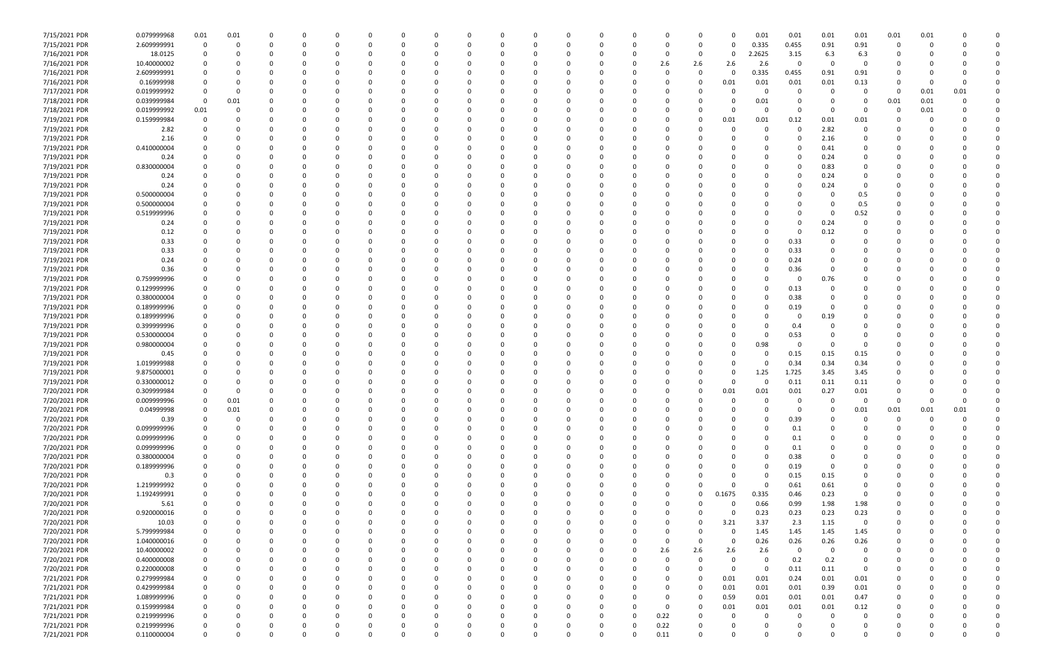| | | | | | | | | | | | | | | | | | | | | | | | | | | |
|---|---|---|---|---|---|---|---|---|---|---|---|---|---|---|---|---|---|---|---|---|---|---|---|---|---|---|
| 7/15/2021 PDR | 0.079999968 | 0.01 | 0.01 | 0 | 0 | 0 | 0 | 0 | 0 | 0 | 0 | 0 | 0 | 0 | 0 | 0 | 0 | 0 | 0.01 | 0.01 | 0.01 | 0.01 | 0.01 | 0.01 | 0 | 0 |
| 7/15/2021 PDR | 2.609999991 | 0 | 0 | 0 | 0 | 0 | 0 | 0 | 0 | 0 | 0 | 0 | 0 | 0 | 0 | 0 | 0 | 0 | 0.335 | 0.455 | 0.91 | 0.91 | 0 | 0 | 0 | 0 |
| 7/16/2021 PDR | 18.0125 | 0 | 0 | 0 | 0 | 0 | 0 | 0 | 0 | 0 | 0 | 0 | 0 | 0 | 0 | 0 | 0 | 0 | 2.2625 | 3.15 | 6.3 | 6.3 | 0 | 0 | 0 | 0 |
| 7/16/2021 PDR | 10.40000002 | 0 | 0 | 0 | 0 | 0 | 0 | 0 | 0 | 0 | 0 | 0 | 0 | 0 | 0 | 2.6 | 2.6 | 2.6 | 2.6 | 0 | 0 | 0 | 0 | 0 | 0 | 0 |
| 7/16/2021 PDR | 2.609999991 | 0 | 0 | 0 | 0 | 0 | 0 | 0 | 0 | 0 | 0 | 0 | 0 | 0 | 0 | 0 | 0 | 0 | 0.335 | 0.455 | 0.91 | 0.91 | 0 | 0 | 0 | 0 |
| 7/16/2021 PDR | 0.16999998 | 0 | 0 | 0 | 0 | 0 | 0 | 0 | 0 | 0 | 0 | 0 | 0 | 0 | 0 | 0 | 0 | 0.01 | 0.01 | 0.01 | 0.01 | 0.13 | 0 | 0 | 0 | 0 |
| 7/17/2021 PDR | 0.019999992 | 0 | 0 | 0 | 0 | 0 | 0 | 0 | 0 | 0 | 0 | 0 | 0 | 0 | 0 | 0 | 0 | 0 | 0 | 0 | 0 | 0 | 0 | 0.01 | 0.01 | 0 |
| 7/18/2021 PDR | 0.039999984 | 0 | 0.01 | 0 | 0 | 0 | 0 | 0 | 0 | 0 | 0 | 0 | 0 | 0 | 0 | 0 | 0 | 0 | 0.01 | 0 | 0 | 0 | 0.01 | 0.01 | 0 | 0 |
| 7/18/2021 PDR | 0.019999992 | 0.01 | 0 | 0 | 0 | 0 | 0 | 0 | 0 | 0 | 0 | 0 | 0 | 0 | 0 | 0 | 0 | 0 | 0 | 0 | 0 | 0 | 0 | 0.01 | 0 | 0 |
| 7/19/2021 PDR | 0.159999984 | 0 | 0 | 0 | 0 | 0 | 0 | 0 | 0 | 0 | 0 | 0 | 0 | 0 | 0 | 0 | 0 | 0.01 | 0.01 | 0.12 | 0.01 | 0.01 | 0 | 0 | 0 | 0 |
| 7/19/2021 PDR | 2.82 | 0 | 0 | 0 | 0 | 0 | 0 | 0 | 0 | 0 | 0 | 0 | 0 | 0 | 0 | 0 | 0 | 0 | 0 | 0 | 2.82 | 0 | 0 | 0 | 0 | 0 |
| 7/19/2021 PDR | 2.16 | 0 | 0 | 0 | 0 | 0 | 0 | 0 | 0 | 0 | 0 | 0 | 0 | 0 | 0 | 0 | 0 | 0 | 0 | 0 | 2.16 | 0 | 0 | 0 | 0 | 0 |
| 7/19/2021 PDR | 0.410000004 | 0 | 0 | 0 | 0 | 0 | 0 | 0 | 0 | 0 | 0 | 0 | 0 | 0 | 0 | 0 | 0 | 0 | 0 | 0 | 0.41 | 0 | 0 | 0 | 0 | 0 |
| 7/19/2021 PDR | 0.24 | 0 | 0 | 0 | 0 | 0 | 0 | 0 | 0 | 0 | 0 | 0 | 0 | 0 | 0 | 0 | 0 | 0 | 0 | 0 | 0.24 | 0 | 0 | 0 | 0 | 0 |
| 7/19/2021 PDR | 0.830000004 | 0 | 0 | 0 | 0 | 0 | 0 | 0 | 0 | 0 | 0 | 0 | 0 | 0 | 0 | 0 | 0 | 0 | 0 | 0 | 0.83 | 0 | 0 | 0 | 0 | 0 |
| 7/19/2021 PDR | 0.24 | 0 | 0 | 0 | 0 | 0 | 0 | 0 | 0 | 0 | 0 | 0 | 0 | 0 | 0 | 0 | 0 | 0 | 0 | 0 | 0.24 | 0 | 0 | 0 | 0 | 0 |
| 7/19/2021 PDR | 0.24 | 0 | 0 | 0 | 0 | 0 | 0 | 0 | 0 | 0 | 0 | 0 | 0 | 0 | 0 | 0 | 0 | 0 | 0 | 0 | 0.24 | 0 | 0 | 0 | 0 | 0 |
| 7/19/2021 PDR | 0.500000004 | 0 | 0 | 0 | 0 | 0 | 0 | 0 | 0 | 0 | 0 | 0 | 0 | 0 | 0 | 0 | 0 | 0 | 0 | 0 | 0 | 0.5 | 0 | 0 | 0 | 0 |
| 7/19/2021 PDR | 0.500000004 | 0 | 0 | 0 | 0 | 0 | 0 | 0 | 0 | 0 | 0 | 0 | 0 | 0 | 0 | 0 | 0 | 0 | 0 | 0 | 0 | 0.5 | 0 | 0 | 0 | 0 |
| 7/19/2021 PDR | 0.519999996 | 0 | 0 | 0 | 0 | 0 | 0 | 0 | 0 | 0 | 0 | 0 | 0 | 0 | 0 | 0 | 0 | 0 | 0 | 0 | 0 | 0.52 | 0 | 0 | 0 | 0 |
| 7/19/2021 PDR | 0.24 | 0 | 0 | 0 | 0 | 0 | 0 | 0 | 0 | 0 | 0 | 0 | 0 | 0 | 0 | 0 | 0 | 0 | 0 | 0 | 0.24 | 0 | 0 | 0 | 0 | 0 |
| 7/19/2021 PDR | 0.12 | 0 | 0 | 0 | 0 | 0 | 0 | 0 | 0 | 0 | 0 | 0 | 0 | 0 | 0 | 0 | 0 | 0 | 0 | 0 | 0.12 | 0 | 0 | 0 | 0 | 0 |
| 7/19/2021 PDR | 0.33 | 0 | 0 | 0 | 0 | 0 | 0 | 0 | 0 | 0 | 0 | 0 | 0 | 0 | 0 | 0 | 0 | 0 | 0 | 0.33 | 0 | 0 | 0 | 0 | 0 | 0 |
| 7/19/2021 PDR | 0.33 | 0 | 0 | 0 | 0 | 0 | 0 | 0 | 0 | 0 | 0 | 0 | 0 | 0 | 0 | 0 | 0 | 0 | 0 | 0.33 | 0 | 0 | 0 | 0 | 0 | 0 |
| 7/19/2021 PDR | 0.24 | 0 | 0 | 0 | 0 | 0 | 0 | 0 | 0 | 0 | 0 | 0 | 0 | 0 | 0 | 0 | 0 | 0 | 0 | 0.24 | 0 | 0 | 0 | 0 | 0 | 0 |
| 7/19/2021 PDR | 0.36 | 0 | 0 | 0 | 0 | 0 | 0 | 0 | 0 | 0 | 0 | 0 | 0 | 0 | 0 | 0 | 0 | 0 | 0 | 0.36 | 0 | 0 | 0 | 0 | 0 | 0 |
| 7/19/2021 PDR | 0.759999996 | 0 | 0 | 0 | 0 | 0 | 0 | 0 | 0 | 0 | 0 | 0 | 0 | 0 | 0 | 0 | 0 | 0 | 0 | 0 | 0.76 | 0 | 0 | 0 | 0 | 0 |
| 7/19/2021 PDR | 0.129999996 | 0 | 0 | 0 | 0 | 0 | 0 | 0 | 0 | 0 | 0 | 0 | 0 | 0 | 0 | 0 | 0 | 0 | 0 | 0.13 | 0 | 0 | 0 | 0 | 0 | 0 |
| 7/19/2021 PDR | 0.380000004 | 0 | 0 | 0 | 0 | 0 | 0 | 0 | 0 | 0 | 0 | 0 | 0 | 0 | 0 | 0 | 0 | 0 | 0 | 0.38 | 0 | 0 | 0 | 0 | 0 | 0 |
| 7/19/2021 PDR | 0.189999996 | 0 | 0 | 0 | 0 | 0 | 0 | 0 | 0 | 0 | 0 | 0 | 0 | 0 | 0 | 0 | 0 | 0 | 0 | 0.19 | 0 | 0 | 0 | 0 | 0 | 0 |
| 7/19/2021 PDR | 0.189999996 | 0 | 0 | 0 | 0 | 0 | 0 | 0 | 0 | 0 | 0 | 0 | 0 | 0 | 0 | 0 | 0 | 0 | 0 | 0 | 0.19 | 0 | 0 | 0 | 0 | 0 |
| 7/19/2021 PDR | 0.399999996 | 0 | 0 | 0 | 0 | 0 | 0 | 0 | 0 | 0 | 0 | 0 | 0 | 0 | 0 | 0 | 0 | 0 | 0 | 0.4 | 0 | 0 | 0 | 0 | 0 | 0 |
| 7/19/2021 PDR | 0.530000004 | 0 | 0 | 0 | 0 | 0 | 0 | 0 | 0 | 0 | 0 | 0 | 0 | 0 | 0 | 0 | 0 | 0 | 0 | 0.53 | 0 | 0 | 0 | 0 | 0 | 0 |
| 7/19/2021 PDR | 0.980000004 | 0 | 0 | 0 | 0 | 0 | 0 | 0 | 0 | 0 | 0 | 0 | 0 | 0 | 0 | 0 | 0 | 0 | 0.98 | 0 | 0 | 0 | 0 | 0 | 0 | 0 |
| 7/19/2021 PDR | 0.45 | 0 | 0 | 0 | 0 | 0 | 0 | 0 | 0 | 0 | 0 | 0 | 0 | 0 | 0 | 0 | 0 | 0 | 0 | 0.15 | 0.15 | 0.15 | 0 | 0 | 0 | 0 |
| 7/19/2021 PDR | 1.019999988 | 0 | 0 | 0 | 0 | 0 | 0 | 0 | 0 | 0 | 0 | 0 | 0 | 0 | 0 | 0 | 0 | 0 | 0 | 0.34 | 0.34 | 0.34 | 0 | 0 | 0 | 0 |
| 7/19/2021 PDR | 9.875000001 | 0 | 0 | 0 | 0 | 0 | 0 | 0 | 0 | 0 | 0 | 0 | 0 | 0 | 0 | 0 | 0 | 0 | 1.25 | 1.725 | 3.45 | 3.45 | 0 | 0 | 0 | 0 |
| 7/19/2021 PDR | 0.330000012 | 0 | 0 | 0 | 0 | 0 | 0 | 0 | 0 | 0 | 0 | 0 | 0 | 0 | 0 | 0 | 0 | 0 | 0 | 0.11 | 0.11 | 0.11 | 0 | 0 | 0 | 0 |
| 7/20/2021 PDR | 0.309999984 | 0 | 0 | 0 | 0 | 0 | 0 | 0 | 0 | 0 | 0 | 0 | 0 | 0 | 0 | 0 | 0 | 0.01 | 0.01 | 0.01 | 0.27 | 0.01 | 0 | 0 | 0 | 0 |
| 7/20/2021 PDR | 0.009999996 | 0 | 0.01 | 0 | 0 | 0 | 0 | 0 | 0 | 0 | 0 | 0 | 0 | 0 | 0 | 0 | 0 | 0 | 0 | 0 | 0 | 0 | 0 | 0 | 0 | 0 |
| 7/20/2021 PDR | 0.04999998 | 0 | 0.01 | 0 | 0 | 0 | 0 | 0 | 0 | 0 | 0 | 0 | 0 | 0 | 0 | 0 | 0 | 0 | 0 | 0 | 0 | 0.01 | 0.01 | 0.01 | 0.01 | 0 |
| 7/20/2021 PDR | 0.39 | 0 | 0 | 0 | 0 | 0 | 0 | 0 | 0 | 0 | 0 | 0 | 0 | 0 | 0 | 0 | 0 | 0 | 0 | 0.39 | 0 | 0 | 0 | 0 | 0 | 0 |
| 7/20/2021 PDR | 0.099999996 | 0 | 0 | 0 | 0 | 0 | 0 | 0 | 0 | 0 | 0 | 0 | 0 | 0 | 0 | 0 | 0 | 0 | 0 | 0.1 | 0 | 0 | 0 | 0 | 0 | 0 |
| 7/20/2021 PDR | 0.099999996 | 0 | 0 | 0 | 0 | 0 | 0 | 0 | 0 | 0 | 0 | 0 | 0 | 0 | 0 | 0 | 0 | 0 | 0 | 0.1 | 0 | 0 | 0 | 0 | 0 | 0 |
| 7/20/2021 PDR | 0.099999996 | 0 | 0 | 0 | 0 | 0 | 0 | 0 | 0 | 0 | 0 | 0 | 0 | 0 | 0 | 0 | 0 | 0 | 0 | 0.1 | 0 | 0 | 0 | 0 | 0 | 0 |
| 7/20/2021 PDR | 0.380000004 | 0 | 0 | 0 | 0 | 0 | 0 | 0 | 0 | 0 | 0 | 0 | 0 | 0 | 0 | 0 | 0 | 0 | 0 | 0.38 | 0 | 0 | 0 | 0 | 0 | 0 |
| 7/20/2021 PDR | 0.189999996 | 0 | 0 | 0 | 0 | 0 | 0 | 0 | 0 | 0 | 0 | 0 | 0 | 0 | 0 | 0 | 0 | 0 | 0 | 0.19 | 0 | 0 | 0 | 0 | 0 | 0 |
| 7/20/2021 PDR | 0.3 | 0 | 0 | 0 | 0 | 0 | 0 | 0 | 0 | 0 | 0 | 0 | 0 | 0 | 0 | 0 | 0 | 0 | 0 | 0.15 | 0.15 | 0 | 0 | 0 | 0 | 0 |
| 7/20/2021 PDR | 1.219999992 | 0 | 0 | 0 | 0 | 0 | 0 | 0 | 0 | 0 | 0 | 0 | 0 | 0 | 0 | 0 | 0 | 0 | 0 | 0.61 | 0.61 | 0 | 0 | 0 | 0 | 0 |
| 7/20/2021 PDR | 1.192499991 | 0 | 0 | 0 | 0 | 0 | 0 | 0 | 0 | 0 | 0 | 0 | 0 | 0 | 0 | 0 | 0 | 0.1675 | 0.335 | 0.46 | 0.23 | 0 | 0 | 0 | 0 | 0 |
| 7/20/2021 PDR | 5.61 | 0 | 0 | 0 | 0 | 0 | 0 | 0 | 0 | 0 | 0 | 0 | 0 | 0 | 0 | 0 | 0 | 0 | 0.66 | 0.99 | 1.98 | 1.98 | 0 | 0 | 0 | 0 |
| 7/20/2021 PDR | 0.920000016 | 0 | 0 | 0 | 0 | 0 | 0 | 0 | 0 | 0 | 0 | 0 | 0 | 0 | 0 | 0 | 0 | 0 | 0.23 | 0.23 | 0.23 | 0.23 | 0 | 0 | 0 | 0 |
| 7/20/2021 PDR | 10.03 | 0 | 0 | 0 | 0 | 0 | 0 | 0 | 0 | 0 | 0 | 0 | 0 | 0 | 0 | 0 | 0 | 3.21 | 3.37 | 2.3 | 1.15 | 0 | 0 | 0 | 0 | 0 |
| 7/20/2021 PDR | 5.799999984 | 0 | 0 | 0 | 0 | 0 | 0 | 0 | 0 | 0 | 0 | 0 | 0 | 0 | 0 | 0 | 0 | 0 | 1.45 | 1.45 | 1.45 | 1.45 | 0 | 0 | 0 | 0 |
| 7/20/2021 PDR | 1.040000016 | 0 | 0 | 0 | 0 | 0 | 0 | 0 | 0 | 0 | 0 | 0 | 0 | 0 | 0 | 0 | 0 | 0 | 0.26 | 0.26 | 0.26 | 0.26 | 0 | 0 | 0 | 0 |
| 7/20/2021 PDR | 10.40000002 | 0 | 0 | 0 | 0 | 0 | 0 | 0 | 0 | 0 | 0 | 0 | 0 | 0 | 0 | 2.6 | 2.6 | 2.6 | 2.6 | 0 | 0 | 0 | 0 | 0 | 0 | 0 |
| 7/20/2021 PDR | 0.400000008 | 0 | 0 | 0 | 0 | 0 | 0 | 0 | 0 | 0 | 0 | 0 | 0 | 0 | 0 | 0 | 0 | 0 | 0 | 0.2 | 0.2 | 0 | 0 | 0 | 0 | 0 |
| 7/20/2021 PDR | 0.220000008 | 0 | 0 | 0 | 0 | 0 | 0 | 0 | 0 | 0 | 0 | 0 | 0 | 0 | 0 | 0 | 0 | 0 | 0 | 0.11 | 0.11 | 0 | 0 | 0 | 0 | 0 |
| 7/21/2021 PDR | 0.279999984 | 0 | 0 | 0 | 0 | 0 | 0 | 0 | 0 | 0 | 0 | 0 | 0 | 0 | 0 | 0 | 0 | 0.01 | 0.01 | 0.24 | 0.01 | 0.01 | 0 | 0 | 0 | 0 |
| 7/21/2021 PDR | 0.429999984 | 0 | 0 | 0 | 0 | 0 | 0 | 0 | 0 | 0 | 0 | 0 | 0 | 0 | 0 | 0 | 0 | 0.01 | 0.01 | 0.01 | 0.39 | 0.01 | 0 | 0 | 0 | 0 |
| 7/21/2021 PDR | 1.089999996 | 0 | 0 | 0 | 0 | 0 | 0 | 0 | 0 | 0 | 0 | 0 | 0 | 0 | 0 | 0 | 0 | 0.59 | 0.01 | 0.01 | 0.01 | 0.47 | 0 | 0 | 0 | 0 |
| 7/21/2021 PDR | 0.159999984 | 0 | 0 | 0 | 0 | 0 | 0 | 0 | 0 | 0 | 0 | 0 | 0 | 0 | 0 | 0 | 0 | 0.01 | 0.01 | 0.01 | 0.01 | 0.12 | 0 | 0 | 0 | 0 |
| 7/21/2021 PDR | 0.219999996 | 0 | 0 | 0 | 0 | 0 | 0 | 0 | 0 | 0 | 0 | 0 | 0 | 0 | 0 | 0.22 | 0 | 0 | 0 | 0 | 0 | 0 | 0 | 0 | 0 | 0 |
| 7/21/2021 PDR | 0.219999996 | 0 | 0 | 0 | 0 | 0 | 0 | 0 | 0 | 0 | 0 | 0 | 0 | 0 | 0 | 0.22 | 0 | 0 | 0 | 0 | 0 | 0 | 0 | 0 | 0 | 0 |
| 7/21/2021 PDR | 0.110000004 | 0 | 0 | 0 | 0 | 0 | 0 | 0 | 0 | 0 | 0 | 0 | 0 | 0 | 0 | 0.11 | 0 | 0 | 0 | 0 | 0 | 0 | 0 | 0 | 0 | 0 |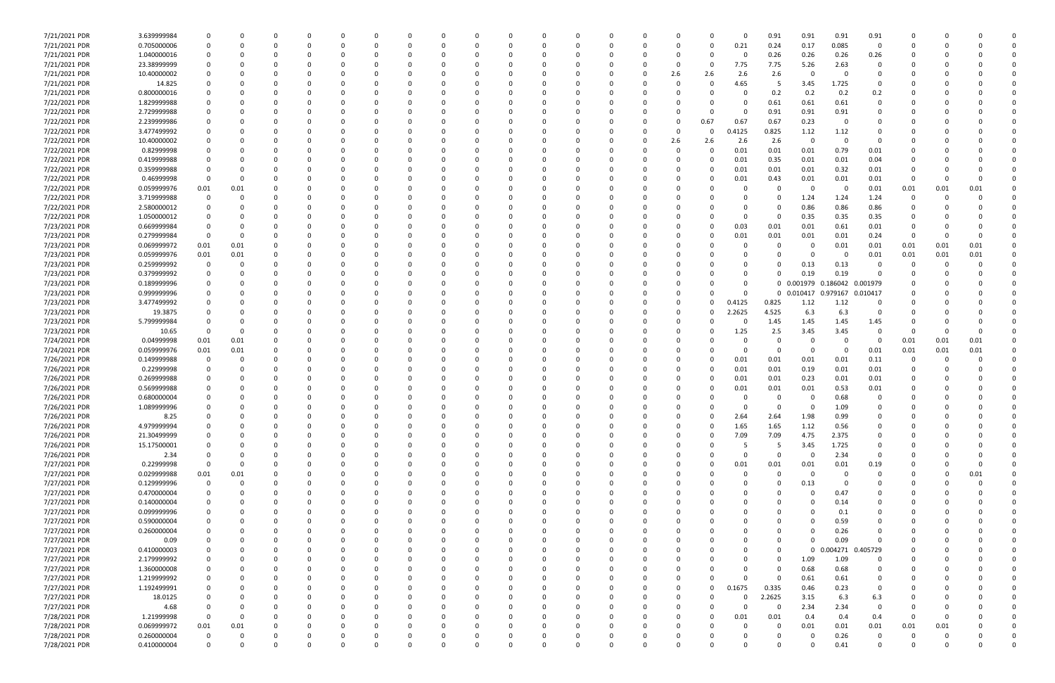| | | | | | | | | | | | | | | | | | | | | | | | | | | | | |
|---|---|---|---|---|---|---|---|---|---|---|---|---|---|---|---|---|---|---|---|---|---|---|---|---|---|---|---|---|
| 7/21/2021 PDR | 3.639999984 | 0 | 0 | 0 | 0 | 0 | 0 | 0 | 0 | 0 | 0 | 0 | 0 | 0 | 0 | 0 | 0 | 0 | 0 | 0 | 0.91 | 0.91 | 0.91 | 0.91 | 0 | 0 | 0 | 0 |
| 7/21/2021 PDR | 0.705000006 | 0 | 0 | 0 | 0 | 0 | 0 | 0 | 0 | 0 | 0 | 0 | 0 | 0 | 0 | 0 | 0 | 0 | 0 | 0.21 | 0.24 | 0.17 | 0.085 | 0 | 0 | 0 | 0 | 0 |
| 7/21/2021 PDR | 1.040000016 | 0 | 0 | 0 | 0 | 0 | 0 | 0 | 0 | 0 | 0 | 0 | 0 | 0 | 0 | 0 | 0 | 0 | 0 | 0 | 0.26 | 0.26 | 0.26 | 0.26 | 0 | 0 | 0 | 0 |
| 7/21/2021 PDR | 23.38999999 | 0 | 0 | 0 | 0 | 0 | 0 | 0 | 0 | 0 | 0 | 0 | 0 | 0 | 0 | 0 | 0 | 0 | 0 | 7.75 | 7.75 | 5.26 | 2.63 | 0 | 0 | 0 | 0 | 0 |
| 7/21/2021 PDR | 10.40000002 | 0 | 0 | 0 | 0 | 0 | 0 | 0 | 0 | 0 | 0 | 0 | 0 | 0 | 0 | 0 | 0 | 2.6 | 2.6 | 2.6 | 2.6 | 0 | 0 | 0 | 0 | 0 | 0 | 0 |
| 7/21/2021 PDR | 14.825 | 0 | 0 | 0 | 0 | 0 | 0 | 0 | 0 | 0 | 0 | 0 | 0 | 0 | 0 | 0 | 0 | 0 | 0 | 4.65 | 5 | 3.45 | 1.725 | 0 | 0 | 0 | 0 | 0 |
| 7/21/2021 PDR | 0.800000016 | 0 | 0 | 0 | 0 | 0 | 0 | 0 | 0 | 0 | 0 | 0 | 0 | 0 | 0 | 0 | 0 | 0 | 0 | 0 | 0.2 | 0.2 | 0.2 | 0.2 | 0 | 0 | 0 | 0 |
| 7/22/2021 PDR | 1.829999988 | 0 | 0 | 0 | 0 | 0 | 0 | 0 | 0 | 0 | 0 | 0 | 0 | 0 | 0 | 0 | 0 | 0 | 0 | 0 | 0.61 | 0.61 | 0.61 | 0 | 0 | 0 | 0 | 0 |
| 7/22/2021 PDR | 2.729999988 | 0 | 0 | 0 | 0 | 0 | 0 | 0 | 0 | 0 | 0 | 0 | 0 | 0 | 0 | 0 | 0 | 0 | 0 | 0 | 0.91 | 0.91 | 0.91 | 0 | 0 | 0 | 0 | 0 |
| 7/22/2021 PDR | 2.239999986 | 0 | 0 | 0 | 0 | 0 | 0 | 0 | 0 | 0 | 0 | 0 | 0 | 0 | 0 | 0 | 0 | 0 | 0.67 | 0.67 | 0.67 | 0.23 | 0 | 0 | 0 | 0 | 0 | 0 |
| 7/22/2021 PDR | 3.477499992 | 0 | 0 | 0 | 0 | 0 | 0 | 0 | 0 | 0 | 0 | 0 | 0 | 0 | 0 | 0 | 0 | 0 | 0 | 0.4125 | 0.825 | 1.12 | 1.12 | 0 | 0 | 0 | 0 | 0 |
| 7/22/2021 PDR | 10.40000002 | 0 | 0 | 0 | 0 | 0 | 0 | 0 | 0 | 0 | 0 | 0 | 0 | 0 | 0 | 0 | 0 | 2.6 | 2.6 | 2.6 | 2.6 | 0 | 0 | 0 | 0 | 0 | 0 | 0 |
| 7/22/2021 PDR | 0.82999998 | 0 | 0 | 0 | 0 | 0 | 0 | 0 | 0 | 0 | 0 | 0 | 0 | 0 | 0 | 0 | 0 | 0 | 0 | 0.01 | 0.01 | 0.01 | 0.79 | 0.01 | 0 | 0 | 0 | 0 |
| 7/22/2021 PDR | 0.419999988 | 0 | 0 | 0 | 0 | 0 | 0 | 0 | 0 | 0 | 0 | 0 | 0 | 0 | 0 | 0 | 0 | 0 | 0 | 0.01 | 0.35 | 0.01 | 0.01 | 0.04 | 0 | 0 | 0 | 0 |
| 7/22/2021 PDR | 0.359999988 | 0 | 0 | 0 | 0 | 0 | 0 | 0 | 0 | 0 | 0 | 0 | 0 | 0 | 0 | 0 | 0 | 0 | 0 | 0.01 | 0.01 | 0.01 | 0.32 | 0.01 | 0 | 0 | 0 | 0 |
| 7/22/2021 PDR | 0.46999998 | 0 | 0 | 0 | 0 | 0 | 0 | 0 | 0 | 0 | 0 | 0 | 0 | 0 | 0 | 0 | 0 | 0 | 0 | 0.01 | 0.43 | 0.01 | 0.01 | 0.01 | 0 | 0 | 0 | 0 |
| 7/22/2021 PDR | 0.059999976 | 0.01 | 0.01 | 0 | 0 | 0 | 0 | 0 | 0 | 0 | 0 | 0 | 0 | 0 | 0 | 0 | 0 | 0 | 0 | 0 | 0 | 0 | 0 | 0.01 | 0.01 | 0.01 | 0.01 | 0 |
| 7/22/2021 PDR | 3.719999988 | 0 | 0 | 0 | 0 | 0 | 0 | 0 | 0 | 0 | 0 | 0 | 0 | 0 | 0 | 0 | 0 | 0 | 0 | 0 | 0 | 1.24 | 1.24 | 1.24 | 0 | 0 | 0 | 0 |
| 7/22/2021 PDR | 2.580000012 | 0 | 0 | 0 | 0 | 0 | 0 | 0 | 0 | 0 | 0 | 0 | 0 | 0 | 0 | 0 | 0 | 0 | 0 | 0 | 0 | 0.86 | 0.86 | 0.86 | 0 | 0 | 0 | 0 |
| 7/22/2021 PDR | 1.050000012 | 0 | 0 | 0 | 0 | 0 | 0 | 0 | 0 | 0 | 0 | 0 | 0 | 0 | 0 | 0 | 0 | 0 | 0 | 0 | 0 | 0.35 | 0.35 | 0.35 | 0 | 0 | 0 | 0 |
| 7/23/2021 PDR | 0.669999984 | 0 | 0 | 0 | 0 | 0 | 0 | 0 | 0 | 0 | 0 | 0 | 0 | 0 | 0 | 0 | 0 | 0 | 0 | 0.03 | 0.01 | 0.01 | 0.61 | 0.01 | 0 | 0 | 0 | 0 |
| 7/23/2021 PDR | 0.279999984 | 0 | 0 | 0 | 0 | 0 | 0 | 0 | 0 | 0 | 0 | 0 | 0 | 0 | 0 | 0 | 0 | 0 | 0 | 0.01 | 0.01 | 0.01 | 0.01 | 0.24 | 0 | 0 | 0 | 0 |
| 7/23/2021 PDR | 0.069999972 | 0.01 | 0.01 | 0 | 0 | 0 | 0 | 0 | 0 | 0 | 0 | 0 | 0 | 0 | 0 | 0 | 0 | 0 | 0 | 0 | 0 | 0 | 0 | 0.01 | 0.01 | 0.01 | 0.01 | 0 |
| 7/23/2021 PDR | 0.059999976 | 0.01 | 0.01 | 0 | 0 | 0 | 0 | 0 | 0 | 0 | 0 | 0 | 0 | 0 | 0 | 0 | 0 | 0 | 0 | 0 | 0 | 0 | 0 | 0.01 | 0.01 | 0.01 | 0.01 | 0 |
| 7/23/2021 PDR | 0.259999992 | 0 | 0 | 0 | 0 | 0 | 0 | 0 | 0 | 0 | 0 | 0 | 0 | 0 | 0 | 0 | 0 | 0 | 0 | 0 | 0 | 0.13 | 0.13 | 0 | 0 | 0 | 0 | 0 |
| 7/23/2021 PDR | 0.379999992 | 0 | 0 | 0 | 0 | 0 | 0 | 0 | 0 | 0 | 0 | 0 | 0 | 0 | 0 | 0 | 0 | 0 | 0 | 0 | 0 | 0.19 | 0.19 | 0 | 0 | 0 | 0 | 0 |
| 7/23/2021 PDR | 0.189999996 | 0 | 0 | 0 | 0 | 0 | 0 | 0 | 0 | 0 | 0 | 0 | 0 | 0 | 0 | 0 | 0 | 0 | 0 | 0 | 0 | 0.001979 | 0.186042 | 0.001979 | 0 | 0 | 0 | 0 |
| 7/23/2021 PDR | 0.999999996 | 0 | 0 | 0 | 0 | 0 | 0 | 0 | 0 | 0 | 0 | 0 | 0 | 0 | 0 | 0 | 0 | 0 | 0 | 0 | 0 | 0.010417 | 0.979167 | 0.010417 | 0 | 0 | 0 | 0 |
| 7/23/2021 PDR | 3.477499992 | 0 | 0 | 0 | 0 | 0 | 0 | 0 | 0 | 0 | 0 | 0 | 0 | 0 | 0 | 0 | 0 | 0 | 0 | 0.4125 | 0.825 | 1.12 | 1.12 | 0 | 0 | 0 | 0 | 0 |
| 7/23/2021 PDR | 19.3875 | 0 | 0 | 0 | 0 | 0 | 0 | 0 | 0 | 0 | 0 | 0 | 0 | 0 | 0 | 0 | 0 | 0 | 0 | 2.2625 | 4.525 | 6.3 | 6.3 | 0 | 0 | 0 | 0 | 0 |
| 7/23/2021 PDR | 5.799999984 | 0 | 0 | 0 | 0 | 0 | 0 | 0 | 0 | 0 | 0 | 0 | 0 | 0 | 0 | 0 | 0 | 0 | 0 | 0 | 1.45 | 1.45 | 1.45 | 1.45 | 0 | 0 | 0 | 0 |
| 7/23/2021 PDR | 10.65 | 0 | 0 | 0 | 0 | 0 | 0 | 0 | 0 | 0 | 0 | 0 | 0 | 0 | 0 | 0 | 0 | 0 | 0 | 1.25 | 2.5 | 3.45 | 3.45 | 0 | 0 | 0 | 0 | 0 |
| 7/24/2021 PDR | 0.04999998 | 0.01 | 0.01 | 0 | 0 | 0 | 0 | 0 | 0 | 0 | 0 | 0 | 0 | 0 | 0 | 0 | 0 | 0 | 0 | 0 | 0 | 0 | 0 | 0 | 0.01 | 0.01 | 0.01 | 0 |
| 7/24/2021 PDR | 0.059999976 | 0.01 | 0.01 | 0 | 0 | 0 | 0 | 0 | 0 | 0 | 0 | 0 | 0 | 0 | 0 | 0 | 0 | 0 | 0 | 0 | 0 | 0 | 0 | 0.01 | 0.01 | 0.01 | 0.01 | 0 |
| 7/26/2021 PDR | 0.149999988 | 0 | 0 | 0 | 0 | 0 | 0 | 0 | 0 | 0 | 0 | 0 | 0 | 0 | 0 | 0 | 0 | 0 | 0 | 0.01 | 0.01 | 0.01 | 0.01 | 0.11 | 0 | 0 | 0 | 0 |
| 7/26/2021 PDR | 0.22999998 | 0 | 0 | 0 | 0 | 0 | 0 | 0 | 0 | 0 | 0 | 0 | 0 | 0 | 0 | 0 | 0 | 0 | 0 | 0.01 | 0.01 | 0.19 | 0.01 | 0.01 | 0 | 0 | 0 | 0 |
| 7/26/2021 PDR | 0.269999988 | 0 | 0 | 0 | 0 | 0 | 0 | 0 | 0 | 0 | 0 | 0 | 0 | 0 | 0 | 0 | 0 | 0 | 0 | 0.01 | 0.01 | 0.23 | 0.01 | 0.01 | 0 | 0 | 0 | 0 |
| 7/26/2021 PDR | 0.569999988 | 0 | 0 | 0 | 0 | 0 | 0 | 0 | 0 | 0 | 0 | 0 | 0 | 0 | 0 | 0 | 0 | 0 | 0 | 0.01 | 0.01 | 0.01 | 0.53 | 0.01 | 0 | 0 | 0 | 0 |
| 7/26/2021 PDR | 0.680000004 | 0 | 0 | 0 | 0 | 0 | 0 | 0 | 0 | 0 | 0 | 0 | 0 | 0 | 0 | 0 | 0 | 0 | 0 | 0 | 0 | 0 | 0.68 | 0 | 0 | 0 | 0 | 0 |
| 7/26/2021 PDR | 1.089999996 | 0 | 0 | 0 | 0 | 0 | 0 | 0 | 0 | 0 | 0 | 0 | 0 | 0 | 0 | 0 | 0 | 0 | 0 | 0 | 0 | 0 | 1.09 | 0 | 0 | 0 | 0 | 0 |
| 7/26/2021 PDR | 8.25 | 0 | 0 | 0 | 0 | 0 | 0 | 0 | 0 | 0 | 0 | 0 | 0 | 0 | 0 | 0 | 0 | 0 | 0 | 2.64 | 2.64 | 1.98 | 0.99 | 0 | 0 | 0 | 0 | 0 |
| 7/26/2021 PDR | 4.979999994 | 0 | 0 | 0 | 0 | 0 | 0 | 0 | 0 | 0 | 0 | 0 | 0 | 0 | 0 | 0 | 0 | 0 | 0 | 1.65 | 1.65 | 1.12 | 0.56 | 0 | 0 | 0 | 0 | 0 |
| 7/26/2021 PDR | 21.30499999 | 0 | 0 | 0 | 0 | 0 | 0 | 0 | 0 | 0 | 0 | 0 | 0 | 0 | 0 | 0 | 0 | 0 | 0 | 7.09 | 7.09 | 4.75 | 2.375 | 0 | 0 | 0 | 0 | 0 |
| 7/26/2021 PDR | 15.17500001 | 0 | 0 | 0 | 0 | 0 | 0 | 0 | 0 | 0 | 0 | 0 | 0 | 0 | 0 | 0 | 0 | 0 | 0 | 5 | 5 | 3.45 | 1.725 | 0 | 0 | 0 | 0 | 0 |
| 7/26/2021 PDR | 2.34 | 0 | 0 | 0 | 0 | 0 | 0 | 0 | 0 | 0 | 0 | 0 | 0 | 0 | 0 | 0 | 0 | 0 | 0 | 0 | 0 | 0 | 2.34 | 0 | 0 | 0 | 0 | 0 |
| 7/27/2021 PDR | 0.22999998 | 0 | 0 | 0 | 0 | 0 | 0 | 0 | 0 | 0 | 0 | 0 | 0 | 0 | 0 | 0 | 0 | 0 | 0 | 0.01 | 0.01 | 0.01 | 0.01 | 0.19 | 0 | 0 | 0 | 0 |
| 7/27/2021 PDR | 0.029999988 | 0.01 | 0.01 | 0 | 0 | 0 | 0 | 0 | 0 | 0 | 0 | 0 | 0 | 0 | 0 | 0 | 0 | 0 | 0 | 0 | 0 | 0 | 0 | 0 | 0 | 0 | 0.01 | 0 |
| 7/27/2021 PDR | 0.129999996 | 0 | 0 | 0 | 0 | 0 | 0 | 0 | 0 | 0 | 0 | 0 | 0 | 0 | 0 | 0 | 0 | 0 | 0 | 0 | 0 | 0.13 | 0 | 0 | 0 | 0 | 0 | 0 |
| 7/27/2021 PDR | 0.470000004 | 0 | 0 | 0 | 0 | 0 | 0 | 0 | 0 | 0 | 0 | 0 | 0 | 0 | 0 | 0 | 0 | 0 | 0 | 0 | 0 | 0 | 0.47 | 0 | 0 | 0 | 0 | 0 |
| 7/27/2021 PDR | 0.140000004 | 0 | 0 | 0 | 0 | 0 | 0 | 0 | 0 | 0 | 0 | 0 | 0 | 0 | 0 | 0 | 0 | 0 | 0 | 0 | 0 | 0 | 0.14 | 0 | 0 | 0 | 0 | 0 |
| 7/27/2021 PDR | 0.099999996 | 0 | 0 | 0 | 0 | 0 | 0 | 0 | 0 | 0 | 0 | 0 | 0 | 0 | 0 | 0 | 0 | 0 | 0 | 0 | 0 | 0 | 0.1 | 0 | 0 | 0 | 0 | 0 |
| 7/27/2021 PDR | 0.590000004 | 0 | 0 | 0 | 0 | 0 | 0 | 0 | 0 | 0 | 0 | 0 | 0 | 0 | 0 | 0 | 0 | 0 | 0 | 0 | 0 | 0 | 0.59 | 0 | 0 | 0 | 0 | 0 |
| 7/27/2021 PDR | 0.260000004 | 0 | 0 | 0 | 0 | 0 | 0 | 0 | 0 | 0 | 0 | 0 | 0 | 0 | 0 | 0 | 0 | 0 | 0 | 0 | 0 | 0 | 0.26 | 0 | 0 | 0 | 0 | 0 |
| 7/27/2021 PDR | 0.09 | 0 | 0 | 0 | 0 | 0 | 0 | 0 | 0 | 0 | 0 | 0 | 0 | 0 | 0 | 0 | 0 | 0 | 0 | 0 | 0 | 0 | 0.09 | 0 | 0 | 0 | 0 | 0 |
| 7/27/2021 PDR | 0.410000003 | 0 | 0 | 0 | 0 | 0 | 0 | 0 | 0 | 0 | 0 | 0 | 0 | 0 | 0 | 0 | 0 | 0 | 0 | 0 | 0 | 0 | 0.004271 | 0.405729 | 0 | 0 | 0 | 0 |
| 7/27/2021 PDR | 2.179999992 | 0 | 0 | 0 | 0 | 0 | 0 | 0 | 0 | 0 | 0 | 0 | 0 | 0 | 0 | 0 | 0 | 0 | 0 | 0 | 0 | 1.09 | 1.09 | 0 | 0 | 0 | 0 | 0 |
| 7/27/2021 PDR | 1.360000008 | 0 | 0 | 0 | 0 | 0 | 0 | 0 | 0 | 0 | 0 | 0 | 0 | 0 | 0 | 0 | 0 | 0 | 0 | 0 | 0 | 0.68 | 0.68 | 0 | 0 | 0 | 0 | 0 |
| 7/27/2021 PDR | 1.219999992 | 0 | 0 | 0 | 0 | 0 | 0 | 0 | 0 | 0 | 0 | 0 | 0 | 0 | 0 | 0 | 0 | 0 | 0 | 0 | 0 | 0.61 | 0.61 | 0 | 0 | 0 | 0 | 0 |
| 7/27/2021 PDR | 1.192499991 | 0 | 0 | 0 | 0 | 0 | 0 | 0 | 0 | 0 | 0 | 0 | 0 | 0 | 0 | 0 | 0 | 0 | 0 | 0.1675 | 0.335 | 0.46 | 0.23 | 0 | 0 | 0 | 0 | 0 |
| 7/27/2021 PDR | 18.0125 | 0 | 0 | 0 | 0 | 0 | 0 | 0 | 0 | 0 | 0 | 0 | 0 | 0 | 0 | 0 | 0 | 0 | 0 | 0 | 2.2625 | 6.3 | 6.3 | 6.3 | 0 | 0 | 0 | 0 |
| 7/27/2021 PDR | 4.68 | 0 | 0 | 0 | 0 | 0 | 0 | 0 | 0 | 0 | 0 | 0 | 0 | 0 | 0 | 0 | 0 | 0 | 0 | 0 | 0 | 2.34 | 2.34 | 0 | 0 | 0 | 0 | 0 |
| 7/28/2021 PDR | 1.21999998 | 0 | 0 | 0 | 0 | 0 | 0 | 0 | 0 | 0 | 0 | 0 | 0 | 0 | 0 | 0 | 0 | 0 | 0 | 0.01 | 0.01 | 0.4 | 0.4 | 0.4 | 0 | 0 | 0 | 0 |
| 7/28/2021 PDR | 0.069999972 | 0.01 | 0.01 | 0 | 0 | 0 | 0 | 0 | 0 | 0 | 0 | 0 | 0 | 0 | 0 | 0 | 0 | 0 | 0 | 0 | 0 | 0.01 | 0.01 | 0.01 | 0.01 | 0 | 0 | 0 |
| 7/28/2021 PDR | 0.260000004 | 0 | 0 | 0 | 0 | 0 | 0 | 0 | 0 | 0 | 0 | 0 | 0 | 0 | 0 | 0 | 0 | 0 | 0 | 0 | 0 | 0 | 0.26 | 0 | 0 | 0 | 0 | 0 |
| 7/28/2021 PDR | 0.410000004 | 0 | 0 | 0 | 0 | 0 | 0 | 0 | 0 | 0 | 0 | 0 | 0 | 0 | 0 | 0 | 0 | 0 | 0 | 0 | 0 | 0 | 0.41 | 0 | 0 | 0 | 0 | 0 |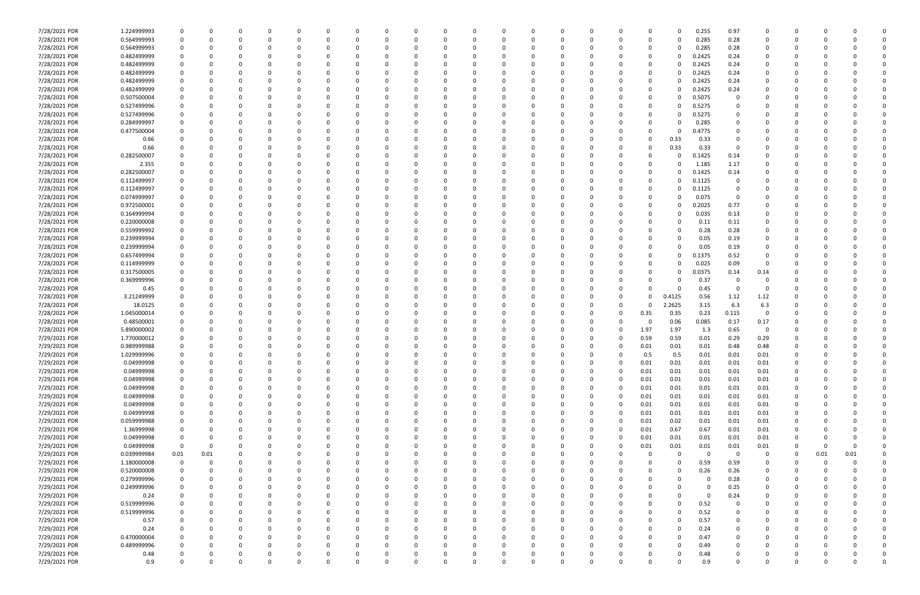| | | | | | | | | | | | | | | | | | | | | | | | | | |
|---|---|---|---|---|---|---|---|---|---|---|---|---|---|---|---|---|---|---|---|---|---|---|---|---|---|
| 7/28/2021 PDR | 1.224999993 | 0 | 0 | 0 | 0 | 0 | 0 | 0 | 0 | 0 | 0 | 0 | 0 | 0 | 0 | 0 | 0 | 0.255 | 0.97 | 0 | 0 | 0 | 0 | 0 | 0 |
| 7/28/2021 PDR | 0.564999993 | 0 | 0 | 0 | 0 | 0 | 0 | 0 | 0 | 0 | 0 | 0 | 0 | 0 | 0 | 0 | 0 | 0.285 | 0.28 | 0 | 0 | 0 | 0 | 0 | 0 |
| 7/28/2021 PDR | 0.564999993 | 0 | 0 | 0 | 0 | 0 | 0 | 0 | 0 | 0 | 0 | 0 | 0 | 0 | 0 | 0 | 0 | 0.285 | 0.28 | 0 | 0 | 0 | 0 | 0 | 0 |
| 7/28/2021 PDR | 0.482499999 | 0 | 0 | 0 | 0 | 0 | 0 | 0 | 0 | 0 | 0 | 0 | 0 | 0 | 0 | 0 | 0 | 0.2425 | 0.24 | 0 | 0 | 0 | 0 | 0 | 0 |
| 7/28/2021 PDR | 0.482499999 | 0 | 0 | 0 | 0 | 0 | 0 | 0 | 0 | 0 | 0 | 0 | 0 | 0 | 0 | 0 | 0 | 0.2425 | 0.24 | 0 | 0 | 0 | 0 | 0 | 0 |
| 7/28/2021 PDR | 0.482499999 | 0 | 0 | 0 | 0 | 0 | 0 | 0 | 0 | 0 | 0 | 0 | 0 | 0 | 0 | 0 | 0 | 0.2425 | 0.24 | 0 | 0 | 0 | 0 | 0 | 0 |
| 7/28/2021 PDR | 0.482499999 | 0 | 0 | 0 | 0 | 0 | 0 | 0 | 0 | 0 | 0 | 0 | 0 | 0 | 0 | 0 | 0 | 0.2425 | 0.24 | 0 | 0 | 0 | 0 | 0 | 0 |
| 7/28/2021 PDR | 0.482499999 | 0 | 0 | 0 | 0 | 0 | 0 | 0 | 0 | 0 | 0 | 0 | 0 | 0 | 0 | 0 | 0 | 0.2425 | 0.24 | 0 | 0 | 0 | 0 | 0 | 0 |
| 7/28/2021 PDR | 0.507500004 | 0 | 0 | 0 | 0 | 0 | 0 | 0 | 0 | 0 | 0 | 0 | 0 | 0 | 0 | 0 | 0 | 0.5075 | 0 | 0 | 0 | 0 | 0 | 0 | 0 |
| 7/28/2021 PDR | 0.527499996 | 0 | 0 | 0 | 0 | 0 | 0 | 0 | 0 | 0 | 0 | 0 | 0 | 0 | 0 | 0 | 0 | 0.5275 | 0 | 0 | 0 | 0 | 0 | 0 | 0 |
| 7/28/2021 PDR | 0.527499996 | 0 | 0 | 0 | 0 | 0 | 0 | 0 | 0 | 0 | 0 | 0 | 0 | 0 | 0 | 0 | 0 | 0.5275 | 0 | 0 | 0 | 0 | 0 | 0 | 0 |
| 7/28/2021 PDR | 0.284999997 | 0 | 0 | 0 | 0 | 0 | 0 | 0 | 0 | 0 | 0 | 0 | 0 | 0 | 0 | 0 | 0 | 0.285 | 0 | 0 | 0 | 0 | 0 | 0 | 0 |
| 7/28/2021 PDR | 0.477500004 | 0 | 0 | 0 | 0 | 0 | 0 | 0 | 0 | 0 | 0 | 0 | 0 | 0 | 0 | 0 | 0 | 0.4775 | 0 | 0 | 0 | 0 | 0 | 0 | 0 |
| 7/28/2021 PDR | 0.66 | 0 | 0 | 0 | 0 | 0 | 0 | 0 | 0 | 0 | 0 | 0 | 0 | 0 | 0 | 0 | 0.33 | 0.33 | 0 | 0 | 0 | 0 | 0 | 0 | 0 |
| 7/28/2021 PDR | 0.66 | 0 | 0 | 0 | 0 | 0 | 0 | 0 | 0 | 0 | 0 | 0 | 0 | 0 | 0 | 0 | 0.33 | 0.33 | 0 | 0 | 0 | 0 | 0 | 0 | 0 |
| 7/28/2021 PDR | 0.282500007 | 0 | 0 | 0 | 0 | 0 | 0 | 0 | 0 | 0 | 0 | 0 | 0 | 0 | 0 | 0 | 0 | 0.1425 | 0.14 | 0 | 0 | 0 | 0 | 0 | 0 |
| 7/28/2021 PDR | 2.355 | 0 | 0 | 0 | 0 | 0 | 0 | 0 | 0 | 0 | 0 | 0 | 0 | 0 | 0 | 0 | 0 | 1.185 | 1.17 | 0 | 0 | 0 | 0 | 0 | 0 |
| 7/28/2021 PDR | 0.282500007 | 0 | 0 | 0 | 0 | 0 | 0 | 0 | 0 | 0 | 0 | 0 | 0 | 0 | 0 | 0 | 0 | 0.1425 | 0.14 | 0 | 0 | 0 | 0 | 0 | 0 |
| 7/28/2021 PDR | 0.112499997 | 0 | 0 | 0 | 0 | 0 | 0 | 0 | 0 | 0 | 0 | 0 | 0 | 0 | 0 | 0 | 0 | 0.1125 | 0 | 0 | 0 | 0 | 0 | 0 | 0 |
| 7/28/2021 PDR | 0.112499997 | 0 | 0 | 0 | 0 | 0 | 0 | 0 | 0 | 0 | 0 | 0 | 0 | 0 | 0 | 0 | 0 | 0.1125 | 0 | 0 | 0 | 0 | 0 | 0 | 0 |
| 7/28/2021 PDR | 0.074999997 | 0 | 0 | 0 | 0 | 0 | 0 | 0 | 0 | 0 | 0 | 0 | 0 | 0 | 0 | 0 | 0 | 0.075 | 0 | 0 | 0 | 0 | 0 | 0 | 0 |
| 7/28/2021 PDR | 0.972500001 | 0 | 0 | 0 | 0 | 0 | 0 | 0 | 0 | 0 | 0 | 0 | 0 | 0 | 0 | 0 | 0 | 0.2025 | 0.77 | 0 | 0 | 0 | 0 | 0 | 0 |
| 7/28/2021 PDR | 0.164999994 | 0 | 0 | 0 | 0 | 0 | 0 | 0 | 0 | 0 | 0 | 0 | 0 | 0 | 0 | 0 | 0 | 0.035 | 0.13 | 0 | 0 | 0 | 0 | 0 | 0 |
| 7/28/2021 PDR | 0.220000008 | 0 | 0 | 0 | 0 | 0 | 0 | 0 | 0 | 0 | 0 | 0 | 0 | 0 | 0 | 0 | 0 | 0.11 | 0.11 | 0 | 0 | 0 | 0 | 0 | 0 |
| 7/28/2021 PDR | 0.559999992 | 0 | 0 | 0 | 0 | 0 | 0 | 0 | 0 | 0 | 0 | 0 | 0 | 0 | 0 | 0 | 0 | 0.28 | 0.28 | 0 | 0 | 0 | 0 | 0 | 0 |
| 7/28/2021 PDR | 0.239999994 | 0 | 0 | 0 | 0 | 0 | 0 | 0 | 0 | 0 | 0 | 0 | 0 | 0 | 0 | 0 | 0 | 0.05 | 0.19 | 0 | 0 | 0 | 0 | 0 | 0 |
| 7/28/2021 PDR | 0.239999994 | 0 | 0 | 0 | 0 | 0 | 0 | 0 | 0 | 0 | 0 | 0 | 0 | 0 | 0 | 0 | 0 | 0.05 | 0.19 | 0 | 0 | 0 | 0 | 0 | 0 |
| 7/28/2021 PDR | 0.657499994 | 0 | 0 | 0 | 0 | 0 | 0 | 0 | 0 | 0 | 0 | 0 | 0 | 0 | 0 | 0 | 0 | 0.1375 | 0.52 | 0 | 0 | 0 | 0 | 0 | 0 |
| 7/28/2021 PDR | 0.114999999 | 0 | 0 | 0 | 0 | 0 | 0 | 0 | 0 | 0 | 0 | 0 | 0 | 0 | 0 | 0 | 0 | 0.025 | 0.09 | 0 | 0 | 0 | 0 | 0 | 0 |
| 7/28/2021 PDR | 0.317500005 | 0 | 0 | 0 | 0 | 0 | 0 | 0 | 0 | 0 | 0 | 0 | 0 | 0 | 0 | 0 | 0 | 0.0375 | 0.14 | 0.14 | 0 | 0 | 0 | 0 | 0 |
| 7/28/2021 PDR | 0.369999996 | 0 | 0 | 0 | 0 | 0 | 0 | 0 | 0 | 0 | 0 | 0 | 0 | 0 | 0 | 0 | 0 | 0.37 | 0 | 0 | 0 | 0 | 0 | 0 | 0 |
| 7/28/2021 PDR | 0.45 | 0 | 0 | 0 | 0 | 0 | 0 | 0 | 0 | 0 | 0 | 0 | 0 | 0 | 0 | 0 | 0 | 0.45 | 0 | 0 | 0 | 0 | 0 | 0 | 0 |
| 7/28/2021 PDR | 3.21249999 | 0 | 0 | 0 | 0 | 0 | 0 | 0 | 0 | 0 | 0 | 0 | 0 | 0 | 0 | 0 | 0.4125 | 0.56 | 1.12 | 1.12 | 0 | 0 | 0 | 0 | 0 |
| 7/28/2021 PDR | 18.0125 | 0 | 0 | 0 | 0 | 0 | 0 | 0 | 0 | 0 | 0 | 0 | 0 | 0 | 0 | 0 | 2.2625 | 3.15 | 6.3 | 6.3 | 0 | 0 | 0 | 0 | 0 |
| 7/28/2021 PDR | 1.045000014 | 0 | 0 | 0 | 0 | 0 | 0 | 0 | 0 | 0 | 0 | 0 | 0 | 0 | 0 | 0.35 | 0.35 | 0.23 | 0.115 | 0 | 0 | 0 | 0 | 0 | 0 |
| 7/28/2021 PDR | 0.48500001 | 0 | 0 | 0 | 0 | 0 | 0 | 0 | 0 | 0 | 0 | 0 | 0 | 0 | 0 | 0 | 0.06 | 0.085 | 0.17 | 0.17 | 0 | 0 | 0 | 0 | 0 |
| 7/28/2021 PDR | 5.890000002 | 0 | 0 | 0 | 0 | 0 | 0 | 0 | 0 | 0 | 0 | 0 | 0 | 0 | 0 | 1.97 | 1.97 | 1.3 | 0.65 | 0 | 0 | 0 | 0 | 0 | 0 |
| 7/29/2021 PDR | 1.770000012 | 0 | 0 | 0 | 0 | 0 | 0 | 0 | 0 | 0 | 0 | 0 | 0 | 0 | 0 | 0.59 | 0.59 | 0.01 | 0.29 | 0.29 | 0 | 0 | 0 | 0 | 0 |
| 7/29/2021 PDR | 0.989999988 | 0 | 0 | 0 | 0 | 0 | 0 | 0 | 0 | 0 | 0 | 0 | 0 | 0 | 0 | 0.01 | 0.01 | 0.01 | 0.48 | 0.48 | 0 | 0 | 0 | 0 | 0 |
| 7/29/2021 PDR | 1.029999996 | 0 | 0 | 0 | 0 | 0 | 0 | 0 | 0 | 0 | 0 | 0 | 0 | 0 | 0 | 0.5 | 0.5 | 0.01 | 0.01 | 0.01 | 0 | 0 | 0 | 0 | 0 |
| 7/29/2021 PDR | 0.04999998 | 0 | 0 | 0 | 0 | 0 | 0 | 0 | 0 | 0 | 0 | 0 | 0 | 0 | 0 | 0.01 | 0.01 | 0.01 | 0.01 | 0.01 | 0 | 0 | 0 | 0 | 0 |
| 7/29/2021 PDR | 0.04999998 | 0 | 0 | 0 | 0 | 0 | 0 | 0 | 0 | 0 | 0 | 0 | 0 | 0 | 0 | 0.01 | 0.01 | 0.01 | 0.01 | 0.01 | 0 | 0 | 0 | 0 | 0 |
| 7/29/2021 PDR | 0.04999998 | 0 | 0 | 0 | 0 | 0 | 0 | 0 | 0 | 0 | 0 | 0 | 0 | 0 | 0 | 0.01 | 0.01 | 0.01 | 0.01 | 0.01 | 0 | 0 | 0 | 0 | 0 |
| 7/29/2021 PDR | 0.04999998 | 0 | 0 | 0 | 0 | 0 | 0 | 0 | 0 | 0 | 0 | 0 | 0 | 0 | 0 | 0.01 | 0.01 | 0.01 | 0.01 | 0.01 | 0 | 0 | 0 | 0 | 0 |
| 7/29/2021 PDR | 0.04999998 | 0 | 0 | 0 | 0 | 0 | 0 | 0 | 0 | 0 | 0 | 0 | 0 | 0 | 0 | 0.01 | 0.01 | 0.01 | 0.01 | 0.01 | 0 | 0 | 0 | 0 | 0 |
| 7/29/2021 PDR | 0.04999998 | 0 | 0 | 0 | 0 | 0 | 0 | 0 | 0 | 0 | 0 | 0 | 0 | 0 | 0 | 0.01 | 0.01 | 0.01 | 0.01 | 0.01 | 0 | 0 | 0 | 0 | 0 |
| 7/29/2021 PDR | 0.04999998 | 0 | 0 | 0 | 0 | 0 | 0 | 0 | 0 | 0 | 0 | 0 | 0 | 0 | 0 | 0.01 | 0.01 | 0.01 | 0.01 | 0.01 | 0 | 0 | 0 | 0 | 0 |
| 7/29/2021 PDR | 0.059999988 | 0 | 0 | 0 | 0 | 0 | 0 | 0 | 0 | 0 | 0 | 0 | 0 | 0 | 0 | 0.01 | 0.02 | 0.01 | 0.01 | 0.01 | 0 | 0 | 0 | 0 | 0 |
| 7/29/2021 PDR | 1.36999999 | 0 | 0 | 0 | 0 | 0 | 0 | 0 | 0 | 0 | 0 | 0 | 0 | 0 | 0 | 0.01 | 0.67 | 0.67 | 0.01 | 0.01 | 0 | 0 | 0 | 0 | 0 |
| 7/29/2021 PDR | 0.04999998 | 0 | 0 | 0 | 0 | 0 | 0 | 0 | 0 | 0 | 0 | 0 | 0 | 0 | 0 | 0.01 | 0.01 | 0.01 | 0.01 | 0.01 | 0 | 0 | 0 | 0 | 0 |
| 7/29/2021 PDR | 0.04999998 | 0 | 0 | 0 | 0 | 0 | 0 | 0 | 0 | 0 | 0 | 0 | 0 | 0 | 0 | 0.01 | 0.01 | 0.01 | 0.01 | 0.01 | 0 | 0 | 0 | 0 | 0 |
| 7/29/2021 PDR | 0.03999984 | 0.01 | 0.01 | 0 | 0 | 0 | 0 | 0 | 0 | 0 | 0 | 0 | 0 | 0 | 0 | 0 | 0 | 0 | 0 | 0 | 0 | 0 | 0.01 | 0.01 | 0 |
| 7/29/2021 PDR | 1.180000008 | 0 | 0 | 0 | 0 | 0 | 0 | 0 | 0 | 0 | 0 | 0 | 0 | 0 | 0 | 0 | 0 | 0.59 | 0.59 | 0 | 0 | 0 | 0 | 0 | 0 |
| 7/29/2021 PDR | 0.520000008 | 0 | 0 | 0 | 0 | 0 | 0 | 0 | 0 | 0 | 0 | 0 | 0 | 0 | 0 | 0 | 0 | 0.26 | 0.26 | 0 | 0 | 0 | 0 | 0 | 0 |
| 7/29/2021 PDR | 0.279999996 | 0 | 0 | 0 | 0 | 0 | 0 | 0 | 0 | 0 | 0 | 0 | 0 | 0 | 0 | 0 | 0 | 0 | 0.28 | 0 | 0 | 0 | 0 | 0 | 0 |
| 7/29/2021 PDR | 0.249999996 | 0 | 0 | 0 | 0 | 0 | 0 | 0 | 0 | 0 | 0 | 0 | 0 | 0 | 0 | 0 | 0 | 0 | 0.25 | 0 | 0 | 0 | 0 | 0 | 0 |
| 7/29/2021 PDR | 0.24 | 0 | 0 | 0 | 0 | 0 | 0 | 0 | 0 | 0 | 0 | 0 | 0 | 0 | 0 | 0 | 0 | 0 | 0.24 | 0 | 0 | 0 | 0 | 0 | 0 |
| 7/29/2021 PDR | 0.519999996 | 0 | 0 | 0 | 0 | 0 | 0 | 0 | 0 | 0 | 0 | 0 | 0 | 0 | 0 | 0 | 0 | 0.52 | 0 | 0 | 0 | 0 | 0 | 0 | 0 |
| 7/29/2021 PDR | 0.519999996 | 0 | 0 | 0 | 0 | 0 | 0 | 0 | 0 | 0 | 0 | 0 | 0 | 0 | 0 | 0 | 0 | 0.52 | 0 | 0 | 0 | 0 | 0 | 0 | 0 |
| 7/29/2021 PDR | 0.57 | 0 | 0 | 0 | 0 | 0 | 0 | 0 | 0 | 0 | 0 | 0 | 0 | 0 | 0 | 0 | 0 | 0.57 | 0 | 0 | 0 | 0 | 0 | 0 | 0 |
| 7/29/2021 PDR | 0.24 | 0 | 0 | 0 | 0 | 0 | 0 | 0 | 0 | 0 | 0 | 0 | 0 | 0 | 0 | 0 | 0 | 0.24 | 0 | 0 | 0 | 0 | 0 | 0 | 0 |
| 7/29/2021 PDR | 0.470000004 | 0 | 0 | 0 | 0 | 0 | 0 | 0 | 0 | 0 | 0 | 0 | 0 | 0 | 0 | 0 | 0 | 0.47 | 0 | 0 | 0 | 0 | 0 | 0 | 0 |
| 7/29/2021 PDR | 0.489999996 | 0 | 0 | 0 | 0 | 0 | 0 | 0 | 0 | 0 | 0 | 0 | 0 | 0 | 0 | 0 | 0 | 0.49 | 0 | 0 | 0 | 0 | 0 | 0 | 0 |
| 7/29/2021 PDR | 0.48 | 0 | 0 | 0 | 0 | 0 | 0 | 0 | 0 | 0 | 0 | 0 | 0 | 0 | 0 | 0 | 0 | 0.48 | 0 | 0 | 0 | 0 | 0 | 0 | 0 |
| 7/29/2021 PDR | 0.9 | 0 | 0 | 0 | 0 | 0 | 0 | 0 | 0 | 0 | 0 | 0 | 0 | 0 | 0 | 0 | 0 | 0.9 | 0 | 0 | 0 | 0 | 0 | 0 | 0 |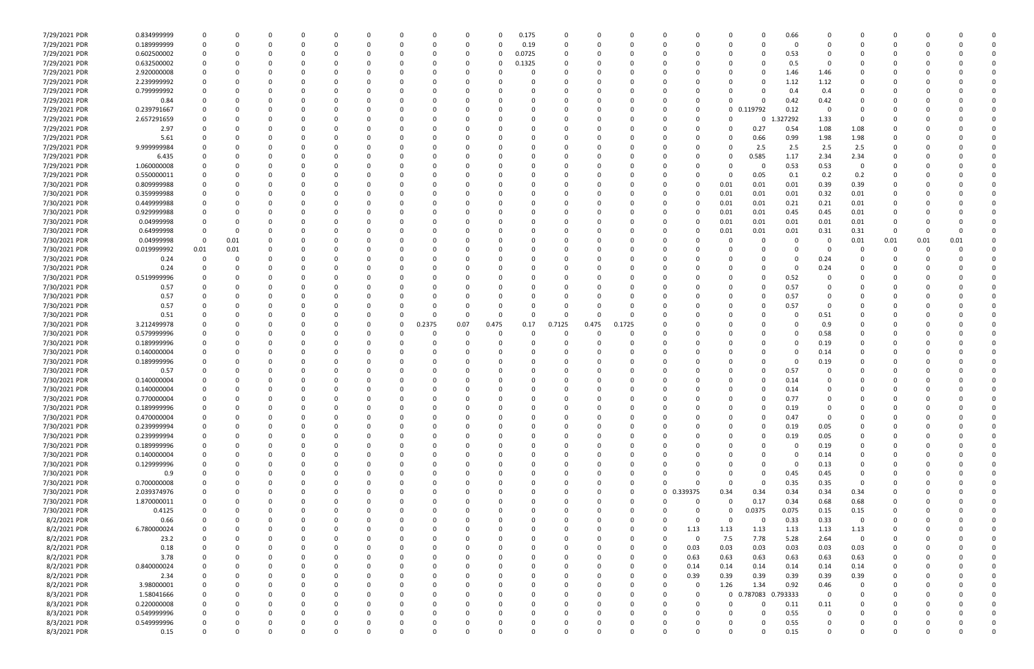| | | | | | | | | | | | | | | | | | | | | | | | | | | |
|---|---|---|---|---|---|---|---|---|---|---|---|---|---|---|---|---|---|---|---|---|---|---|---|---|---|---|
| 7/29/2021 PDR | 0.834999999 | 0 | 0 | 0 | 0 | 0 | 0 | 0 | 0 | 0 | 0 | 0.175 | 0 | 0 | 0 | 0 | 0 | 0 | 0 | 0.66 | 0 | 0 | 0 | 0 | 0 | 0 |
| 7/29/2021 PDR | 0.189999999 | 0 | 0 | 0 | 0 | 0 | 0 | 0 | 0 | 0 | 0 | 0.19 | 0 | 0 | 0 | 0 | 0 | 0 | 0 | 0 | 0 | 0 | 0 | 0 | 0 | 0 |
| 7/29/2021 PDR | 0.602500002 | 0 | 0 | 0 | 0 | 0 | 0 | 0 | 0 | 0 | 0 | 0.0725 | 0 | 0 | 0 | 0 | 0 | 0 | 0 | 0.53 | 0 | 0 | 0 | 0 | 0 | 0 |
| 7/29/2021 PDR | 0.632500002 | 0 | 0 | 0 | 0 | 0 | 0 | 0 | 0 | 0 | 0 | 0.1325 | 0 | 0 | 0 | 0 | 0 | 0 | 0 | 0.5 | 0 | 0 | 0 | 0 | 0 | 0 |
| 7/29/2021 PDR | 2.920000008 | 0 | 0 | 0 | 0 | 0 | 0 | 0 | 0 | 0 | 0 | 0 | 0 | 0 | 0 | 0 | 0 | 0 | 0 | 1.46 | 1.46 | 0 | 0 | 0 | 0 | 0 |
| 7/29/2021 PDR | 2.239999992 | 0 | 0 | 0 | 0 | 0 | 0 | 0 | 0 | 0 | 0 | 0 | 0 | 0 | 0 | 0 | 0 | 0 | 0 | 1.12 | 1.12 | 0 | 0 | 0 | 0 | 0 |
| 7/29/2021 PDR | 0.799999992 | 0 | 0 | 0 | 0 | 0 | 0 | 0 | 0 | 0 | 0 | 0 | 0 | 0 | 0 | 0 | 0 | 0 | 0 | 0.4 | 0.4 | 0 | 0 | 0 | 0 | 0 |
| 7/29/2021 PDR | 0.84 | 0 | 0 | 0 | 0 | 0 | 0 | 0 | 0 | 0 | 0 | 0 | 0 | 0 | 0 | 0 | 0 | 0 | 0 | 0.42 | 0.42 | 0 | 0 | 0 | 0 | 0 |
| 7/29/2021 PDR | 0.239791667 | 0 | 0 | 0 | 0 | 0 | 0 | 0 | 0 | 0 | 0 | 0 | 0 | 0 | 0 | 0 | 0 | 0 | 0.119792 | 0.12 | 0 | 0 | 0 | 0 | 0 | 0 |
| 7/29/2021 PDR | 2.657291659 | 0 | 0 | 0 | 0 | 0 | 0 | 0 | 0 | 0 | 0 | 0 | 0 | 0 | 0 | 0 | 0 | 0 | 0 | 1.327292 | 1.33 | 0 | 0 | 0 | 0 | 0 |
| 7/29/2021 PDR | 2.97 | 0 | 0 | 0 | 0 | 0 | 0 | 0 | 0 | 0 | 0 | 0 | 0 | 0 | 0 | 0 | 0 | 0 | 0.27 | 0.54 | 1.08 | 1.08 | 0 | 0 | 0 | 0 |
| 7/29/2021 PDR | 5.61 | 0 | 0 | 0 | 0 | 0 | 0 | 0 | 0 | 0 | 0 | 0 | 0 | 0 | 0 | 0 | 0 | 0 | 0.66 | 0.99 | 1.98 | 1.98 | 0 | 0 | 0 | 0 |
| 7/29/2021 PDR | 9.999999984 | 0 | 0 | 0 | 0 | 0 | 0 | 0 | 0 | 0 | 0 | 0 | 0 | 0 | 0 | 0 | 0 | 0 | 2.5 | 2.5 | 2.5 | 2.5 | 0 | 0 | 0 | 0 |
| 7/29/2021 PDR | 6.435 | 0 | 0 | 0 | 0 | 0 | 0 | 0 | 0 | 0 | 0 | 0 | 0 | 0 | 0 | 0 | 0 | 0 | 0.585 | 1.17 | 2.34 | 2.34 | 0 | 0 | 0 | 0 |
| 7/29/2021 PDR | 1.060000008 | 0 | 0 | 0 | 0 | 0 | 0 | 0 | 0 | 0 | 0 | 0 | 0 | 0 | 0 | 0 | 0 | 0 | 0 | 0.53 | 0.53 | 0 | 0 | 0 | 0 | 0 |
| 7/29/2021 PDR | 0.550000011 | 0 | 0 | 0 | 0 | 0 | 0 | 0 | 0 | 0 | 0 | 0 | 0 | 0 | 0 | 0 | 0 | 0 | 0.05 | 0.1 | 0.2 | 0.2 | 0 | 0 | 0 | 0 |
| 7/30/2021 PDR | 0.809999988 | 0 | 0 | 0 | 0 | 0 | 0 | 0 | 0 | 0 | 0 | 0 | 0 | 0 | 0 | 0 | 0 | 0.01 | 0.01 | 0.01 | 0.39 | 0.39 | 0 | 0 | 0 | 0 |
| 7/30/2021 PDR | 0.359999988 | 0 | 0 | 0 | 0 | 0 | 0 | 0 | 0 | 0 | 0 | 0 | 0 | 0 | 0 | 0 | 0 | 0.01 | 0.01 | 0.01 | 0.32 | 0.01 | 0 | 0 | 0 | 0 |
| 7/30/2021 PDR | 0.449999988 | 0 | 0 | 0 | 0 | 0 | 0 | 0 | 0 | 0 | 0 | 0 | 0 | 0 | 0 | 0 | 0 | 0.01 | 0.01 | 0.21 | 0.21 | 0.01 | 0 | 0 | 0 | 0 |
| 7/30/2021 PDR | 0.929999988 | 0 | 0 | 0 | 0 | 0 | 0 | 0 | 0 | 0 | 0 | 0 | 0 | 0 | 0 | 0 | 0 | 0.01 | 0.01 | 0.45 | 0.45 | 0.01 | 0 | 0 | 0 | 0 |
| 7/30/2021 PDR | 0.04999998 | 0 | 0 | 0 | 0 | 0 | 0 | 0 | 0 | 0 | 0 | 0 | 0 | 0 | 0 | 0 | 0 | 0.01 | 0.01 | 0.01 | 0.01 | 0.01 | 0 | 0 | 0 | 0 |
| 7/30/2021 PDR | 0.64999998 | 0 | 0 | 0 | 0 | 0 | 0 | 0 | 0 | 0 | 0 | 0 | 0 | 0 | 0 | 0 | 0 | 0.01 | 0.01 | 0.01 | 0.31 | 0.31 | 0 | 0 | 0 | 0 |
| 7/30/2021 PDR | 0.04999998 | 0 | 0.01 | 0 | 0 | 0 | 0 | 0 | 0 | 0 | 0 | 0 | 0 | 0 | 0 | 0 | 0 | 0 | 0 | 0 | 0 | 0.01 | 0.01 | 0.01 | 0.01 | 0 |
| 7/30/2021 PDR | 0.019999992 | 0.01 | 0.01 | 0 | 0 | 0 | 0 | 0 | 0 | 0 | 0 | 0 | 0 | 0 | 0 | 0 | 0 | 0 | 0 | 0 | 0 | 0 | 0 | 0 | 0 | 0 |
| 7/30/2021 PDR | 0.24 | 0 | 0 | 0 | 0 | 0 | 0 | 0 | 0 | 0 | 0 | 0 | 0 | 0 | 0 | 0 | 0 | 0 | 0 | 0 | 0.24 | 0 | 0 | 0 | 0 | 0 |
| 7/30/2021 PDR | 0.24 | 0 | 0 | 0 | 0 | 0 | 0 | 0 | 0 | 0 | 0 | 0 | 0 | 0 | 0 | 0 | 0 | 0 | 0 | 0 | 0.24 | 0 | 0 | 0 | 0 | 0 |
| 7/30/2021 PDR | 0.519999996 | 0 | 0 | 0 | 0 | 0 | 0 | 0 | 0 | 0 | 0 | 0 | 0 | 0 | 0 | 0 | 0 | 0 | 0 | 0.52 | 0 | 0 | 0 | 0 | 0 | 0 |
| 7/30/2021 PDR | 0.57 | 0 | 0 | 0 | 0 | 0 | 0 | 0 | 0 | 0 | 0 | 0 | 0 | 0 | 0 | 0 | 0 | 0 | 0 | 0.57 | 0 | 0 | 0 | 0 | 0 | 0 |
| 7/30/2021 PDR | 0.57 | 0 | 0 | 0 | 0 | 0 | 0 | 0 | 0 | 0 | 0 | 0 | 0 | 0 | 0 | 0 | 0 | 0 | 0 | 0.57 | 0 | 0 | 0 | 0 | 0 | 0 |
| 7/30/2021 PDR | 0.57 | 0 | 0 | 0 | 0 | 0 | 0 | 0 | 0 | 0 | 0 | 0 | 0 | 0 | 0 | 0 | 0 | 0 | 0 | 0.57 | 0 | 0 | 0 | 0 | 0 | 0 |
| 7/30/2021 PDR | 0.51 | 0 | 0 | 0 | 0 | 0 | 0 | 0 | 0 | 0 | 0 | 0 | 0 | 0 | 0 | 0 | 0 | 0 | 0 | 0 | 0.51 | 0 | 0 | 0 | 0 | 0 |
| 7/30/2021 PDR | 3.212499978 | 0 | 0 | 0 | 0 | 0 | 0 | 0 | 0.2375 | 0.07 | 0.475 | 0.17 | 0.7125 | 0.475 | 0.1725 | 0 | 0 | 0 | 0 | 0 | 0.9 | 0 | 0 | 0 | 0 | 0 |
| 7/30/2021 PDR | 0.579999996 | 0 | 0 | 0 | 0 | 0 | 0 | 0 | 0 | 0 | 0 | 0 | 0 | 0 | 0 | 0 | 0 | 0 | 0 | 0 | 0.58 | 0 | 0 | 0 | 0 | 0 |
| 7/30/2021 PDR | 0.189999996 | 0 | 0 | 0 | 0 | 0 | 0 | 0 | 0 | 0 | 0 | 0 | 0 | 0 | 0 | 0 | 0 | 0 | 0 | 0 | 0.19 | 0 | 0 | 0 | 0 | 0 |
| 7/30/2021 PDR | 0.140000004 | 0 | 0 | 0 | 0 | 0 | 0 | 0 | 0 | 0 | 0 | 0 | 0 | 0 | 0 | 0 | 0 | 0 | 0 | 0 | 0.14 | 0 | 0 | 0 | 0 | 0 |
| 7/30/2021 PDR | 0.189999996 | 0 | 0 | 0 | 0 | 0 | 0 | 0 | 0 | 0 | 0 | 0 | 0 | 0 | 0 | 0 | 0 | 0 | 0 | 0 | 0.19 | 0 | 0 | 0 | 0 | 0 |
| 7/30/2021 PDR | 0.57 | 0 | 0 | 0 | 0 | 0 | 0 | 0 | 0 | 0 | 0 | 0 | 0 | 0 | 0 | 0 | 0 | 0 | 0 | 0.57 | 0 | 0 | 0 | 0 | 0 | 0 |
| 7/30/2021 PDR | 0.140000004 | 0 | 0 | 0 | 0 | 0 | 0 | 0 | 0 | 0 | 0 | 0 | 0 | 0 | 0 | 0 | 0 | 0 | 0 | 0.14 | 0 | 0 | 0 | 0 | 0 | 0 |
| 7/30/2021 PDR | 0.140000004 | 0 | 0 | 0 | 0 | 0 | 0 | 0 | 0 | 0 | 0 | 0 | 0 | 0 | 0 | 0 | 0 | 0 | 0 | 0.14 | 0 | 0 | 0 | 0 | 0 | 0 |
| 7/30/2021 PDR | 0.770000004 | 0 | 0 | 0 | 0 | 0 | 0 | 0 | 0 | 0 | 0 | 0 | 0 | 0 | 0 | 0 | 0 | 0 | 0 | 0.77 | 0 | 0 | 0 | 0 | 0 | 0 |
| 7/30/2021 PDR | 0.189999996 | 0 | 0 | 0 | 0 | 0 | 0 | 0 | 0 | 0 | 0 | 0 | 0 | 0 | 0 | 0 | 0 | 0 | 0 | 0.19 | 0 | 0 | 0 | 0 | 0 | 0 |
| 7/30/2021 PDR | 0.470000004 | 0 | 0 | 0 | 0 | 0 | 0 | 0 | 0 | 0 | 0 | 0 | 0 | 0 | 0 | 0 | 0 | 0 | 0 | 0.47 | 0 | 0 | 0 | 0 | 0 | 0 |
| 7/30/2021 PDR | 0.239999994 | 0 | 0 | 0 | 0 | 0 | 0 | 0 | 0 | 0 | 0 | 0 | 0 | 0 | 0 | 0 | 0 | 0 | 0 | 0.19 | 0.05 | 0 | 0 | 0 | 0 | 0 |
| 7/30/2021 PDR | 0.239999994 | 0 | 0 | 0 | 0 | 0 | 0 | 0 | 0 | 0 | 0 | 0 | 0 | 0 | 0 | 0 | 0 | 0 | 0 | 0.19 | 0.05 | 0 | 0 | 0 | 0 | 0 |
| 7/30/2021 PDR | 0.189999996 | 0 | 0 | 0 | 0 | 0 | 0 | 0 | 0 | 0 | 0 | 0 | 0 | 0 | 0 | 0 | 0 | 0 | 0 | 0 | 0.19 | 0 | 0 | 0 | 0 | 0 |
| 7/30/2021 PDR | 0.140000004 | 0 | 0 | 0 | 0 | 0 | 0 | 0 | 0 | 0 | 0 | 0 | 0 | 0 | 0 | 0 | 0 | 0 | 0 | 0 | 0.14 | 0 | 0 | 0 | 0 | 0 |
| 7/30/2021 PDR | 0.129999996 | 0 | 0 | 0 | 0 | 0 | 0 | 0 | 0 | 0 | 0 | 0 | 0 | 0 | 0 | 0 | 0 | 0 | 0 | 0 | 0.13 | 0 | 0 | 0 | 0 | 0 |
| 7/30/2021 PDR | 0.9 | 0 | 0 | 0 | 0 | 0 | 0 | 0 | 0 | 0 | 0 | 0 | 0 | 0 | 0 | 0 | 0 | 0 | 0 | 0.45 | 0.45 | 0 | 0 | 0 | 0 | 0 |
| 7/30/2021 PDR | 0.700000008 | 0 | 0 | 0 | 0 | 0 | 0 | 0 | 0 | 0 | 0 | 0 | 0 | 0 | 0 | 0 | 0 | 0 | 0 | 0.35 | 0.35 | 0 | 0 | 0 | 0 | 0 |
| 7/30/2021 PDR | 2.039374976 | 0 | 0 | 0 | 0 | 0 | 0 | 0 | 0 | 0 | 0 | 0 | 0 | 0 | 0 | 0 | 0.339375 | 0.34 | 0.34 | 0.34 | 0.34 | 0.34 | 0 | 0 | 0 | 0 |
| 7/30/2021 PDR | 1.870000011 | 0 | 0 | 0 | 0 | 0 | 0 | 0 | 0 | 0 | 0 | 0 | 0 | 0 | 0 | 0 | 0 | 0 | 0.17 | 0.34 | 0.68 | 0.68 | 0 | 0 | 0 | 0 |
| 7/30/2021 PDR | 0.4125 | 0 | 0 | 0 | 0 | 0 | 0 | 0 | 0 | 0 | 0 | 0 | 0 | 0 | 0 | 0 | 0 | 0 | 0.0375 | 0.075 | 0.15 | 0.15 | 0 | 0 | 0 | 0 |
| 8/2/2021 PDR | 0.66 | 0 | 0 | 0 | 0 | 0 | 0 | 0 | 0 | 0 | 0 | 0 | 0 | 0 | 0 | 0 | 0 | 0 | 0 | 0.33 | 0.33 | 0 | 0 | 0 | 0 | 0 |
| 8/2/2021 PDR | 6.780000024 | 0 | 0 | 0 | 0 | 0 | 0 | 0 | 0 | 0 | 0 | 0 | 0 | 0 | 0 | 0 | 1.13 | 1.13 | 1.13 | 1.13 | 1.13 | 1.13 | 0 | 0 | 0 | 0 |
| 8/2/2021 PDR | 23.2 | 0 | 0 | 0 | 0 | 0 | 0 | 0 | 0 | 0 | 0 | 0 | 0 | 0 | 0 | 0 | 0 | 7.5 | 7.78 | 5.28 | 2.64 | 0 | 0 | 0 | 0 | 0 |
| 8/2/2021 PDR | 0.18 | 0 | 0 | 0 | 0 | 0 | 0 | 0 | 0 | 0 | 0 | 0 | 0 | 0 | 0 | 0 | 0.03 | 0.03 | 0.03 | 0.03 | 0.03 | 0.03 | 0 | 0 | 0 | 0 |
| 8/2/2021 PDR | 3.78 | 0 | 0 | 0 | 0 | 0 | 0 | 0 | 0 | 0 | 0 | 0 | 0 | 0 | 0 | 0 | 0.63 | 0.63 | 0.63 | 0.63 | 0.63 | 0.63 | 0 | 0 | 0 | 0 |
| 8/2/2021 PDR | 0.840000024 | 0 | 0 | 0 | 0 | 0 | 0 | 0 | 0 | 0 | 0 | 0 | 0 | 0 | 0 | 0 | 0.14 | 0.14 | 0.14 | 0.14 | 0.14 | 0.14 | 0 | 0 | 0 | 0 |
| 8/2/2021 PDR | 2.34 | 0 | 0 | 0 | 0 | 0 | 0 | 0 | 0 | 0 | 0 | 0 | 0 | 0 | 0 | 0 | 0.39 | 0.39 | 0.39 | 0.39 | 0.39 | 0.39 | 0 | 0 | 0 | 0 |
| 8/2/2021 PDR | 3.98000001 | 0 | 0 | 0 | 0 | 0 | 0 | 0 | 0 | 0 | 0 | 0 | 0 | 0 | 0 | 0 | 0 | 1.26 | 1.34 | 0.92 | 0.46 | 0 | 0 | 0 | 0 | 0 |
| 8/3/2021 PDR | 1.58041666 | 0 | 0 | 0 | 0 | 0 | 0 | 0 | 0 | 0 | 0 | 0 | 0 | 0 | 0 | 0 | 0 | 0 | 0.787083 | 0.793333 | 0 | 0 | 0 | 0 | 0 | 0 |
| 8/3/2021 PDR | 0.220000008 | 0 | 0 | 0 | 0 | 0 | 0 | 0 | 0 | 0 | 0 | 0 | 0 | 0 | 0 | 0 | 0 | 0 | 0 | 0.11 | 0.11 | 0 | 0 | 0 | 0 | 0 |
| 8/3/2021 PDR | 0.549999996 | 0 | 0 | 0 | 0 | 0 | 0 | 0 | 0 | 0 | 0 | 0 | 0 | 0 | 0 | 0 | 0 | 0 | 0 | 0.55 | 0 | 0 | 0 | 0 | 0 | 0 |
| 8/3/2021 PDR | 0.549999996 | 0 | 0 | 0 | 0 | 0 | 0 | 0 | 0 | 0 | 0 | 0 | 0 | 0 | 0 | 0 | 0 | 0 | 0 | 0.55 | 0 | 0 | 0 | 0 | 0 | 0 |
| 8/3/2021 PDR | 0.15 | 0 | 0 | 0 | 0 | 0 | 0 | 0 | 0 | 0 | 0 | 0 | 0 | 0 | 0 | 0 | 0 | 0 | 0 | 0.15 | 0 | 0 | 0 | 0 | 0 | 0 |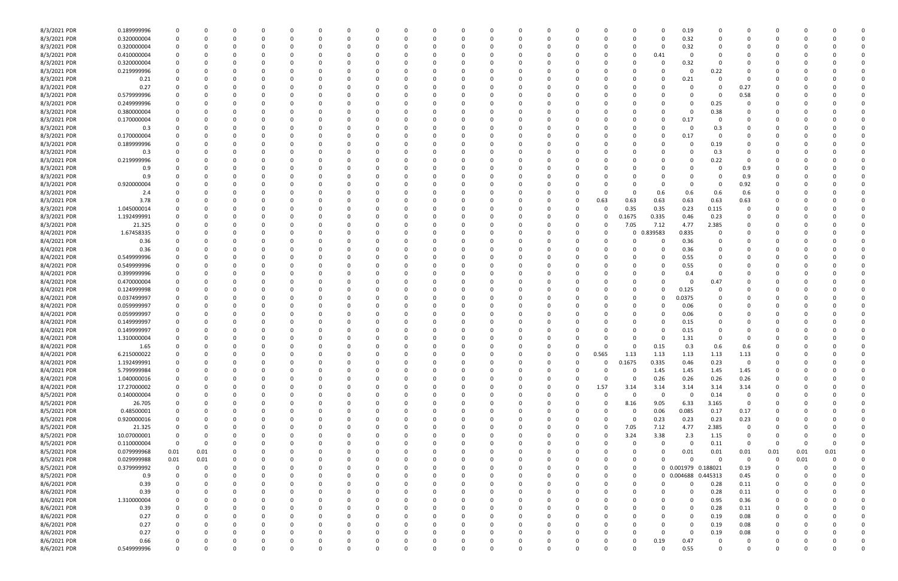| | | | | | | | | | | | | | | | | | | | | | | | | | | | |
|---|---|---|---|---|---|---|---|---|---|---|---|---|---|---|---|---|---|---|---|---|---|---|---|---|---|---|---|
| 8/3/2021 PDR | 0.189999996 | 0 | 0 | 0 | 0 | 0 | 0 | 0 | 0 | 0 | 0 | 0 | 0 | 0 | 0 | 0 | 0 | 0 | 0 | 0.19 | 0 | 0 | 0 | 0 | 0 | 0 | 0 |
| 8/3/2021 PDR | 0.320000004 | 0 | 0 | 0 | 0 | 0 | 0 | 0 | 0 | 0 | 0 | 0 | 0 | 0 | 0 | 0 | 0 | 0 | 0 | 0.32 | 0 | 0 | 0 | 0 | 0 | 0 | 0 |
| 8/3/2021 PDR | 0.320000004 | 0 | 0 | 0 | 0 | 0 | 0 | 0 | 0 | 0 | 0 | 0 | 0 | 0 | 0 | 0 | 0 | 0 | 0 | 0.32 | 0 | 0 | 0 | 0 | 0 | 0 | 0 |
| 8/3/2021 PDR | 0.410000004 | 0 | 0 | 0 | 0 | 0 | 0 | 0 | 0 | 0 | 0 | 0 | 0 | 0 | 0 | 0 | 0 | 0 | 0.41 | 0 | 0 | 0 | 0 | 0 | 0 | 0 | 0 |
| 8/3/2021 PDR | 0.320000004 | 0 | 0 | 0 | 0 | 0 | 0 | 0 | 0 | 0 | 0 | 0 | 0 | 0 | 0 | 0 | 0 | 0 | 0 | 0.32 | 0 | 0 | 0 | 0 | 0 | 0 | 0 |
| 8/3/2021 PDR | 0.219999996 | 0 | 0 | 0 | 0 | 0 | 0 | 0 | 0 | 0 | 0 | 0 | 0 | 0 | 0 | 0 | 0 | 0 | 0 | 0 | 0.22 | 0 | 0 | 0 | 0 | 0 | 0 |
| 8/3/2021 PDR | 0.21 | 0 | 0 | 0 | 0 | 0 | 0 | 0 | 0 | 0 | 0 | 0 | 0 | 0 | 0 | 0 | 0 | 0 | 0 | 0.21 | 0 | 0 | 0 | 0 | 0 | 0 | 0 |
| 8/3/2021 PDR | 0.27 | 0 | 0 | 0 | 0 | 0 | 0 | 0 | 0 | 0 | 0 | 0 | 0 | 0 | 0 | 0 | 0 | 0 | 0 | 0 | 0 | 0.27 | 0 | 0 | 0 | 0 | 0 |
| 8/3/2021 PDR | 0.579999996 | 0 | 0 | 0 | 0 | 0 | 0 | 0 | 0 | 0 | 0 | 0 | 0 | 0 | 0 | 0 | 0 | 0 | 0 | 0 | 0 | 0.58 | 0 | 0 | 0 | 0 | 0 |
| 8/3/2021 PDR | 0.249999996 | 0 | 0 | 0 | 0 | 0 | 0 | 0 | 0 | 0 | 0 | 0 | 0 | 0 | 0 | 0 | 0 | 0 | 0 | 0 | 0.25 | 0 | 0 | 0 | 0 | 0 | 0 |
| 8/3/2021 PDR | 0.380000004 | 0 | 0 | 0 | 0 | 0 | 0 | 0 | 0 | 0 | 0 | 0 | 0 | 0 | 0 | 0 | 0 | 0 | 0 | 0 | 0.38 | 0 | 0 | 0 | 0 | 0 | 0 |
| 8/3/2021 PDR | 0.170000004 | 0 | 0 | 0 | 0 | 0 | 0 | 0 | 0 | 0 | 0 | 0 | 0 | 0 | 0 | 0 | 0 | 0 | 0 | 0.17 | 0 | 0 | 0 | 0 | 0 | 0 | 0 |
| 8/3/2021 PDR | 0.3 | 0 | 0 | 0 | 0 | 0 | 0 | 0 | 0 | 0 | 0 | 0 | 0 | 0 | 0 | 0 | 0 | 0 | 0 | 0 | 0.3 | 0 | 0 | 0 | 0 | 0 | 0 |
| 8/3/2021 PDR | 0.170000004 | 0 | 0 | 0 | 0 | 0 | 0 | 0 | 0 | 0 | 0 | 0 | 0 | 0 | 0 | 0 | 0 | 0 | 0 | 0.17 | 0 | 0 | 0 | 0 | 0 | 0 | 0 |
| 8/3/2021 PDR | 0.189999996 | 0 | 0 | 0 | 0 | 0 | 0 | 0 | 0 | 0 | 0 | 0 | 0 | 0 | 0 | 0 | 0 | 0 | 0 | 0 | 0.19 | 0 | 0 | 0 | 0 | 0 | 0 |
| 8/3/2021 PDR | 0.3 | 0 | 0 | 0 | 0 | 0 | 0 | 0 | 0 | 0 | 0 | 0 | 0 | 0 | 0 | 0 | 0 | 0 | 0 | 0 | 0.3 | 0 | 0 | 0 | 0 | 0 | 0 |
| 8/3/2021 PDR | 0.219999996 | 0 | 0 | 0 | 0 | 0 | 0 | 0 | 0 | 0 | 0 | 0 | 0 | 0 | 0 | 0 | 0 | 0 | 0 | 0 | 0.22 | 0 | 0 | 0 | 0 | 0 | 0 |
| 8/3/2021 PDR | 0.9 | 0 | 0 | 0 | 0 | 0 | 0 | 0 | 0 | 0 | 0 | 0 | 0 | 0 | 0 | 0 | 0 | 0 | 0 | 0 | 0 | 0.9 | 0 | 0 | 0 | 0 | 0 |
| 8/3/2021 PDR | 0.9 | 0 | 0 | 0 | 0 | 0 | 0 | 0 | 0 | 0 | 0 | 0 | 0 | 0 | 0 | 0 | 0 | 0 | 0 | 0 | 0 | 0.9 | 0 | 0 | 0 | 0 | 0 |
| 8/3/2021 PDR | 0.920000004 | 0 | 0 | 0 | 0 | 0 | 0 | 0 | 0 | 0 | 0 | 0 | 0 | 0 | 0 | 0 | 0 | 0 | 0 | 0 | 0 | 0.92 | 0 | 0 | 0 | 0 | 0 |
| 8/3/2021 PDR | 2.4 | 0 | 0 | 0 | 0 | 0 | 0 | 0 | 0 | 0 | 0 | 0 | 0 | 0 | 0 | 0 | 0 | 0 | 0.6 | 0.6 | 0.6 | 0.6 | 0 | 0 | 0 | 0 | 0 |
| 8/3/2021 PDR | 3.78 | 0 | 0 | 0 | 0 | 0 | 0 | 0 | 0 | 0 | 0 | 0 | 0 | 0 | 0 | 0 | 0.63 | 0.63 | 0.63 | 0.63 | 0.63 | 0.63 | 0 | 0 | 0 | 0 | 0 |
| 8/3/2021 PDR | 1.045000014 | 0 | 0 | 0 | 0 | 0 | 0 | 0 | 0 | 0 | 0 | 0 | 0 | 0 | 0 | 0 | 0 | 0.35 | 0.35 | 0.23 | 0.115 | 0 | 0 | 0 | 0 | 0 | 0 |
| 8/3/2021 PDR | 1.192499991 | 0 | 0 | 0 | 0 | 0 | 0 | 0 | 0 | 0 | 0 | 0 | 0 | 0 | 0 | 0 | 0 | 0.1675 | 0.335 | 0.46 | 0.23 | 0 | 0 | 0 | 0 | 0 | 0 |
| 8/3/2021 PDR | 21.325 | 0 | 0 | 0 | 0 | 0 | 0 | 0 | 0 | 0 | 0 | 0 | 0 | 0 | 0 | 0 | 0 | 7.05 | 7.12 | 4.77 | 2.385 | 0 | 0 | 0 | 0 | 0 | 0 |
| 8/4/2021 PDR | 1.67458335 | 0 | 0 | 0 | 0 | 0 | 0 | 0 | 0 | 0 | 0 | 0 | 0 | 0 | 0 | 0 | 0 | 0 | 0.839583 | 0.835 | 0 | 0 | 0 | 0 | 0 | 0 | 0 |
| 8/4/2021 PDR | 0.36 | 0 | 0 | 0 | 0 | 0 | 0 | 0 | 0 | 0 | 0 | 0 | 0 | 0 | 0 | 0 | 0 | 0 | 0 | 0.36 | 0 | 0 | 0 | 0 | 0 | 0 | 0 |
| 8/4/2021 PDR | 0.36 | 0 | 0 | 0 | 0 | 0 | 0 | 0 | 0 | 0 | 0 | 0 | 0 | 0 | 0 | 0 | 0 | 0 | 0 | 0.36 | 0 | 0 | 0 | 0 | 0 | 0 | 0 |
| 8/4/2021 PDR | 0.549999996 | 0 | 0 | 0 | 0 | 0 | 0 | 0 | 0 | 0 | 0 | 0 | 0 | 0 | 0 | 0 | 0 | 0 | 0 | 0.55 | 0 | 0 | 0 | 0 | 0 | 0 | 0 |
| 8/4/2021 PDR | 0.549999996 | 0 | 0 | 0 | 0 | 0 | 0 | 0 | 0 | 0 | 0 | 0 | 0 | 0 | 0 | 0 | 0 | 0 | 0 | 0.55 | 0 | 0 | 0 | 0 | 0 | 0 | 0 |
| 8/4/2021 PDR | 0.399999996 | 0 | 0 | 0 | 0 | 0 | 0 | 0 | 0 | 0 | 0 | 0 | 0 | 0 | 0 | 0 | 0 | 0 | 0 | 0.4 | 0 | 0 | 0 | 0 | 0 | 0 | 0 |
| 8/4/2021 PDR | 0.470000004 | 0 | 0 | 0 | 0 | 0 | 0 | 0 | 0 | 0 | 0 | 0 | 0 | 0 | 0 | 0 | 0 | 0 | 0 | 0 | 0.47 | 0 | 0 | 0 | 0 | 0 | 0 |
| 8/4/2021 PDR | 0.124999998 | 0 | 0 | 0 | 0 | 0 | 0 | 0 | 0 | 0 | 0 | 0 | 0 | 0 | 0 | 0 | 0 | 0 | 0 | 0.125 | 0 | 0 | 0 | 0 | 0 | 0 | 0 |
| 8/4/2021 PDR | 0.037499997 | 0 | 0 | 0 | 0 | 0 | 0 | 0 | 0 | 0 | 0 | 0 | 0 | 0 | 0 | 0 | 0 | 0 | 0 | 0.0375 | 0 | 0 | 0 | 0 | 0 | 0 | 0 |
| 8/4/2021 PDR | 0.059999997 | 0 | 0 | 0 | 0 | 0 | 0 | 0 | 0 | 0 | 0 | 0 | 0 | 0 | 0 | 0 | 0 | 0 | 0 | 0.06 | 0 | 0 | 0 | 0 | 0 | 0 | 0 |
| 8/4/2021 PDR | 0.059999997 | 0 | 0 | 0 | 0 | 0 | 0 | 0 | 0 | 0 | 0 | 0 | 0 | 0 | 0 | 0 | 0 | 0 | 0 | 0.06 | 0 | 0 | 0 | 0 | 0 | 0 | 0 |
| 8/4/2021 PDR | 0.149999997 | 0 | 0 | 0 | 0 | 0 | 0 | 0 | 0 | 0 | 0 | 0 | 0 | 0 | 0 | 0 | 0 | 0 | 0 | 0.15 | 0 | 0 | 0 | 0 | 0 | 0 | 0 |
| 8/4/2021 PDR | 0.149999997 | 0 | 0 | 0 | 0 | 0 | 0 | 0 | 0 | 0 | 0 | 0 | 0 | 0 | 0 | 0 | 0 | 0 | 0 | 0.15 | 0 | 0 | 0 | 0 | 0 | 0 | 0 |
| 8/4/2021 PDR | 1.310000004 | 0 | 0 | 0 | 0 | 0 | 0 | 0 | 0 | 0 | 0 | 0 | 0 | 0 | 0 | 0 | 0 | 0 | 0 | 1.31 | 0 | 0 | 0 | 0 | 0 | 0 | 0 |
| 8/4/2021 PDR | 1.65 | 0 | 0 | 0 | 0 | 0 | 0 | 0 | 0 | 0 | 0 | 0 | 0 | 0 | 0 | 0 | 0 | 0 | 0.15 | 0.3 | 0.6 | 0.6 | 0 | 0 | 0 | 0 | 0 |
| 8/4/2021 PDR | 6.215000022 | 0 | 0 | 0 | 0 | 0 | 0 | 0 | 0 | 0 | 0 | 0 | 0 | 0 | 0 | 0 | 0.565 | 1.13 | 1.13 | 1.13 | 1.13 | 1.13 | 0 | 0 | 0 | 0 | 0 |
| 8/4/2021 PDR | 1.192499991 | 0 | 0 | 0 | 0 | 0 | 0 | 0 | 0 | 0 | 0 | 0 | 0 | 0 | 0 | 0 | 0 | 0.1675 | 0.335 | 0.46 | 0.23 | 0 | 0 | 0 | 0 | 0 | 0 |
| 8/4/2021 PDR | 5.799999984 | 0 | 0 | 0 | 0 | 0 | 0 | 0 | 0 | 0 | 0 | 0 | 0 | 0 | 0 | 0 | 0 | 0 | 1.45 | 1.45 | 1.45 | 1.45 | 0 | 0 | 0 | 0 | 0 |
| 8/4/2021 PDR | 1.040000016 | 0 | 0 | 0 | 0 | 0 | 0 | 0 | 0 | 0 | 0 | 0 | 0 | 0 | 0 | 0 | 0 | 0 | 0.26 | 0.26 | 0.26 | 0.26 | 0 | 0 | 0 | 0 | 0 |
| 8/4/2021 PDR | 17.27000002 | 0 | 0 | 0 | 0 | 0 | 0 | 0 | 0 | 0 | 0 | 0 | 0 | 0 | 0 | 0 | 1.57 | 3.14 | 3.14 | 3.14 | 3.14 | 3.14 | 0 | 0 | 0 | 0 | 0 |
| 8/5/2021 PDR | 0.140000004 | 0 | 0 | 0 | 0 | 0 | 0 | 0 | 0 | 0 | 0 | 0 | 0 | 0 | 0 | 0 | 0 | 0 | 0 | 0 | 0.14 | 0 | 0 | 0 | 0 | 0 | 0 |
| 8/5/2021 PDR | 26.705 | 0 | 0 | 0 | 0 | 0 | 0 | 0 | 0 | 0 | 0 | 0 | 0 | 0 | 0 | 0 | 0 | 8.16 | 9.05 | 6.33 | 3.165 | 0 | 0 | 0 | 0 | 0 | 0 |
| 8/5/2021 PDR | 0.48500001 | 0 | 0 | 0 | 0 | 0 | 0 | 0 | 0 | 0 | 0 | 0 | 0 | 0 | 0 | 0 | 0 | 0 | 0.06 | 0.085 | 0.17 | 0.17 | 0 | 0 | 0 | 0 | 0 |
| 8/5/2021 PDR | 0.920000016 | 0 | 0 | 0 | 0 | 0 | 0 | 0 | 0 | 0 | 0 | 0 | 0 | 0 | 0 | 0 | 0 | 0 | 0.23 | 0.23 | 0.23 | 0.23 | 0 | 0 | 0 | 0 | 0 |
| 8/5/2021 PDR | 21.325 | 0 | 0 | 0 | 0 | 0 | 0 | 0 | 0 | 0 | 0 | 0 | 0 | 0 | 0 | 0 | 0 | 7.05 | 7.12 | 4.77 | 2.385 | 0 | 0 | 0 | 0 | 0 | 0 |
| 8/5/2021 PDR | 10.07000001 | 0 | 0 | 0 | 0 | 0 | 0 | 0 | 0 | 0 | 0 | 0 | 0 | 0 | 0 | 0 | 0 | 3.24 | 3.38 | 2.3 | 1.15 | 0 | 0 | 0 | 0 | 0 | 0 |
| 8/5/2021 PDR | 0.110000004 | 0 | 0 | 0 | 0 | 0 | 0 | 0 | 0 | 0 | 0 | 0 | 0 | 0 | 0 | 0 | 0 | 0 | 0 | 0 | 0.11 | 0 | 0 | 0 | 0 | 0 | 0 |
| 8/5/2021 PDR | 0.079999968 | 0.01 | 0.01 | 0 | 0 | 0 | 0 | 0 | 0 | 0 | 0 | 0 | 0 | 0 | 0 | 0 | 0 | 0 | 0 | 0.01 | 0.01 | 0.01 | 0.01 | 0.01 | 0.01 | 0 | 0 |
| 8/5/2021 PDR | 0.029999988 | 0.01 | 0.01 | 0 | 0 | 0 | 0 | 0 | 0 | 0 | 0 | 0 | 0 | 0 | 0 | 0 | 0 | 0 | 0 | 0 | 0 | 0 | 0 | 0 | 0.01 | 0 | 0 |
| 8/5/2021 PDR | 0.379999992 | 0 | 0 | 0 | 0 | 0 | 0 | 0 | 0 | 0 | 0 | 0 | 0 | 0 | 0 | 0 | 0 | 0 | 0 | 0.001979 | 0.188021 | 0.19 | 0 | 0 | 0 | 0 | 0 |
| 8/5/2021 PDR | 0.9 | 0 | 0 | 0 | 0 | 0 | 0 | 0 | 0 | 0 | 0 | 0 | 0 | 0 | 0 | 0 | 0 | 0 | 0 | 0.004688 | 0.445313 | 0.45 | 0 | 0 | 0 | 0 | 0 |
| 8/6/2021 PDR | 0.39 | 0 | 0 | 0 | 0 | 0 | 0 | 0 | 0 | 0 | 0 | 0 | 0 | 0 | 0 | 0 | 0 | 0 | 0 | 0 | 0.28 | 0.11 | 0 | 0 | 0 | 0 | 0 |
| 8/6/2021 PDR | 0.39 | 0 | 0 | 0 | 0 | 0 | 0 | 0 | 0 | 0 | 0 | 0 | 0 | 0 | 0 | 0 | 0 | 0 | 0 | 0 | 0.28 | 0.11 | 0 | 0 | 0 | 0 | 0 |
| 8/6/2021 PDR | 1.310000004 | 0 | 0 | 0 | 0 | 0 | 0 | 0 | 0 | 0 | 0 | 0 | 0 | 0 | 0 | 0 | 0 | 0 | 0 | 0 | 0.95 | 0.36 | 0 | 0 | 0 | 0 | 0 |
| 8/6/2021 PDR | 0.39 | 0 | 0 | 0 | 0 | 0 | 0 | 0 | 0 | 0 | 0 | 0 | 0 | 0 | 0 | 0 | 0 | 0 | 0 | 0 | 0.28 | 0.11 | 0 | 0 | 0 | 0 | 0 |
| 8/6/2021 PDR | 0.27 | 0 | 0 | 0 | 0 | 0 | 0 | 0 | 0 | 0 | 0 | 0 | 0 | 0 | 0 | 0 | 0 | 0 | 0 | 0 | 0.19 | 0.08 | 0 | 0 | 0 | 0 | 0 |
| 8/6/2021 PDR | 0.27 | 0 | 0 | 0 | 0 | 0 | 0 | 0 | 0 | 0 | 0 | 0 | 0 | 0 | 0 | 0 | 0 | 0 | 0 | 0 | 0.19 | 0.08 | 0 | 0 | 0 | 0 | 0 |
| 8/6/2021 PDR | 0.27 | 0 | 0 | 0 | 0 | 0 | 0 | 0 | 0 | 0 | 0 | 0 | 0 | 0 | 0 | 0 | 0 | 0 | 0 | 0 | 0.19 | 0.08 | 0 | 0 | 0 | 0 | 0 |
| 8/6/2021 PDR | 0.66 | 0 | 0 | 0 | 0 | 0 | 0 | 0 | 0 | 0 | 0 | 0 | 0 | 0 | 0 | 0 | 0 | 0 | 0.19 | 0.47 | 0 | 0 | 0 | 0 | 0 | 0 | 0 |
| 8/6/2021 PDR | 0.549999996 | 0 | 0 | 0 | 0 | 0 | 0 | 0 | 0 | 0 | 0 | 0 | 0 | 0 | 0 | 0 | 0 | 0 | 0 | 0.55 | 0 | 0 | 0 | 0 | 0 | 0 | 0 |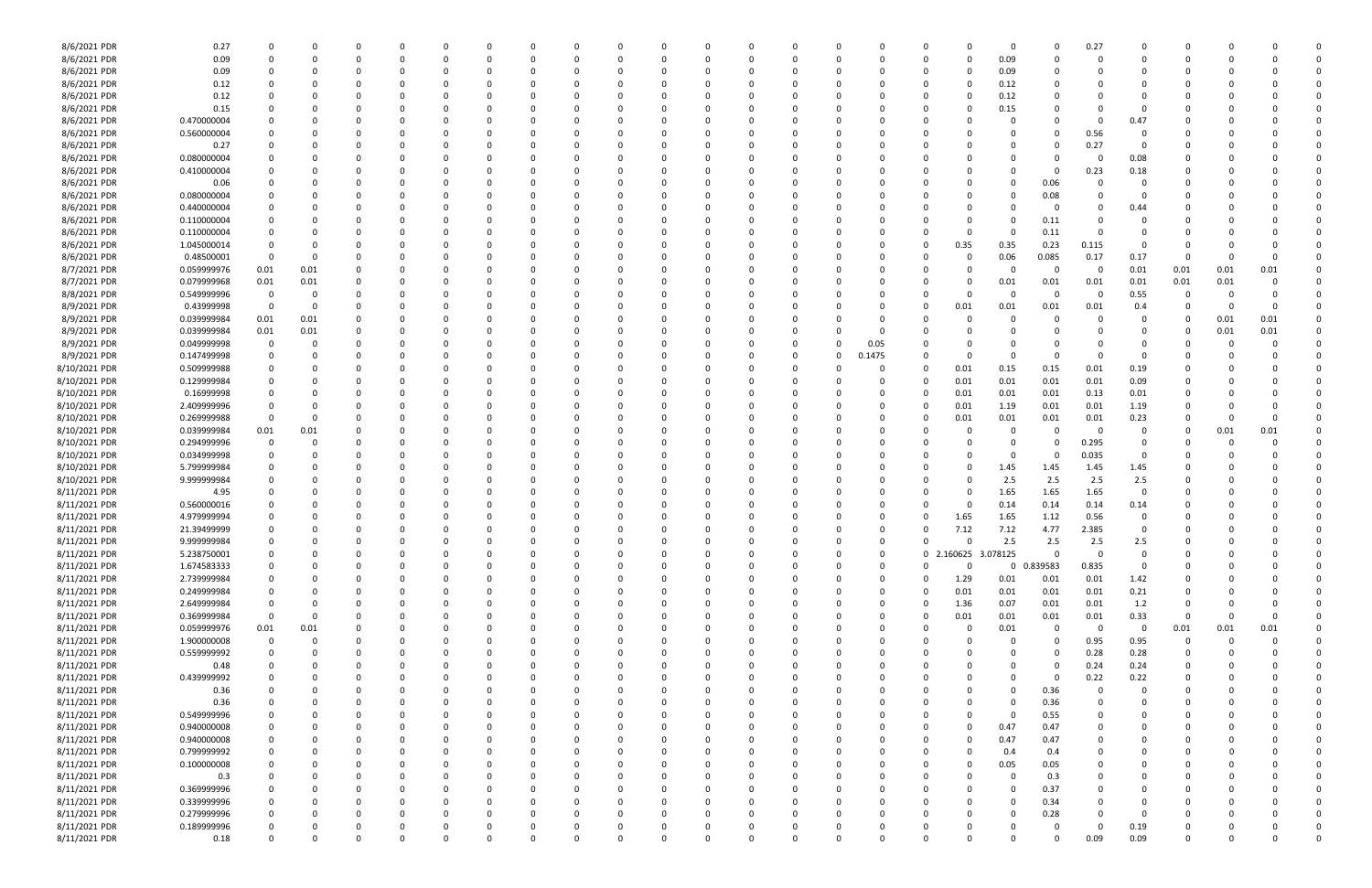| | | | | | | | | | | | | | | | | | | | | | | | | | | | |
|---|---|---|---|---|---|---|---|---|---|---|---|---|---|---|---|---|---|---|---|---|---|---|---|---|---|---|---|
| 8/6/2021 PDR | 0.27 | 0 | 0 | 0 | 0 | 0 | 0 | 0 | 0 | 0 | 0 | 0 | 0 | 0 | 0 | 0 | 0 | 0 | 0 | 0 | 0 | 0.27 | 0 | 0 | 0 | 0 | 0 |
| 8/6/2021 PDR | 0.09 | 0 | 0 | 0 | 0 | 0 | 0 | 0 | 0 | 0 | 0 | 0 | 0 | 0 | 0 | 0 | 0 | 0 | 0 | 0.09 | 0 | 0 | 0 | 0 | 0 | 0 | 0 |
| 8/6/2021 PDR | 0.09 | 0 | 0 | 0 | 0 | 0 | 0 | 0 | 0 | 0 | 0 | 0 | 0 | 0 | 0 | 0 | 0 | 0 | 0 | 0.09 | 0 | 0 | 0 | 0 | 0 | 0 | 0 |
| 8/6/2021 PDR | 0.12 | 0 | 0 | 0 | 0 | 0 | 0 | 0 | 0 | 0 | 0 | 0 | 0 | 0 | 0 | 0 | 0 | 0 | 0 | 0.12 | 0 | 0 | 0 | 0 | 0 | 0 | 0 |
| 8/6/2021 PDR | 0.12 | 0 | 0 | 0 | 0 | 0 | 0 | 0 | 0 | 0 | 0 | 0 | 0 | 0 | 0 | 0 | 0 | 0 | 0 | 0.12 | 0 | 0 | 0 | 0 | 0 | 0 | 0 |
| 8/6/2021 PDR | 0.15 | 0 | 0 | 0 | 0 | 0 | 0 | 0 | 0 | 0 | 0 | 0 | 0 | 0 | 0 | 0 | 0 | 0 | 0 | 0.15 | 0 | 0 | 0 | 0 | 0 | 0 | 0 |
| 8/6/2021 PDR | 0.470000004 | 0 | 0 | 0 | 0 | 0 | 0 | 0 | 0 | 0 | 0 | 0 | 0 | 0 | 0 | 0 | 0 | 0 | 0 | 0 | 0 | 0 | 0.47 | 0 | 0 | 0 | 0 |
| 8/6/2021 PDR | 0.560000004 | 0 | 0 | 0 | 0 | 0 | 0 | 0 | 0 | 0 | 0 | 0 | 0 | 0 | 0 | 0 | 0 | 0 | 0 | 0 | 0 | 0.56 | 0 | 0 | 0 | 0 | 0 |
| 8/6/2021 PDR | 0.27 | 0 | 0 | 0 | 0 | 0 | 0 | 0 | 0 | 0 | 0 | 0 | 0 | 0 | 0 | 0 | 0 | 0 | 0 | 0 | 0 | 0.27 | 0 | 0 | 0 | 0 | 0 |
| 8/6/2021 PDR | 0.080000004 | 0 | 0 | 0 | 0 | 0 | 0 | 0 | 0 | 0 | 0 | 0 | 0 | 0 | 0 | 0 | 0 | 0 | 0 | 0 | 0 | 0 | 0.08 | 0 | 0 | 0 | 0 |
| 8/6/2021 PDR | 0.410000004 | 0 | 0 | 0 | 0 | 0 | 0 | 0 | 0 | 0 | 0 | 0 | 0 | 0 | 0 | 0 | 0 | 0 | 0 | 0 | 0 | 0.23 | 0.18 | 0 | 0 | 0 | 0 |
| 8/6/2021 PDR | 0.06 | 0 | 0 | 0 | 0 | 0 | 0 | 0 | 0 | 0 | 0 | 0 | 0 | 0 | 0 | 0 | 0 | 0 | 0 | 0 | 0.06 | 0 | 0 | 0 | 0 | 0 | 0 |
| 8/6/2021 PDR | 0.080000004 | 0 | 0 | 0 | 0 | 0 | 0 | 0 | 0 | 0 | 0 | 0 | 0 | 0 | 0 | 0 | 0 | 0 | 0 | 0 | 0.08 | 0 | 0 | 0 | 0 | 0 | 0 |
| 8/6/2021 PDR | 0.440000004 | 0 | 0 | 0 | 0 | 0 | 0 | 0 | 0 | 0 | 0 | 0 | 0 | 0 | 0 | 0 | 0 | 0 | 0 | 0 | 0 | 0 | 0.44 | 0 | 0 | 0 | 0 |
| 8/6/2021 PDR | 0.110000004 | 0 | 0 | 0 | 0 | 0 | 0 | 0 | 0 | 0 | 0 | 0 | 0 | 0 | 0 | 0 | 0 | 0 | 0 | 0 | 0.11 | 0 | 0 | 0 | 0 | 0 | 0 |
| 8/6/2021 PDR | 0.110000004 | 0 | 0 | 0 | 0 | 0 | 0 | 0 | 0 | 0 | 0 | 0 | 0 | 0 | 0 | 0 | 0 | 0 | 0 | 0 | 0.11 | 0 | 0 | 0 | 0 | 0 | 0 |
| 8/6/2021 PDR | 1.045000014 | 0 | 0 | 0 | 0 | 0 | 0 | 0 | 0 | 0 | 0 | 0 | 0 | 0 | 0 | 0 | 0 | 0 | 0.35 | 0.35 | 0.23 | 0.115 | 0 | 0 | 0 | 0 | 0 |
| 8/6/2021 PDR | 0.48500001 | 0 | 0 | 0 | 0 | 0 | 0 | 0 | 0 | 0 | 0 | 0 | 0 | 0 | 0 | 0 | 0 | 0 | 0 | 0.06 | 0.085 | 0.17 | 0.17 | 0 | 0 | 0 | 0 |
| 8/7/2021 PDR | 0.059999976 | 0.01 | 0.01 | 0 | 0 | 0 | 0 | 0 | 0 | 0 | 0 | 0 | 0 | 0 | 0 | 0 | 0 | 0 | 0 | 0 | 0 | 0 | 0.01 | 0.01 | 0.01 | 0.01 | 0 |
| 8/7/2021 PDR | 0.079999968 | 0.01 | 0.01 | 0 | 0 | 0 | 0 | 0 | 0 | 0 | 0 | 0 | 0 | 0 | 0 | 0 | 0 | 0 | 0 | 0.01 | 0.01 | 0.01 | 0.01 | 0.01 | 0.01 | 0 | 0 |
| 8/8/2021 PDR | 0.549999996 | 0 | 0 | 0 | 0 | 0 | 0 | 0 | 0 | 0 | 0 | 0 | 0 | 0 | 0 | 0 | 0 | 0 | 0 | 0 | 0 | 0 | 0.55 | 0 | 0 | 0 | 0 |
| 8/9/2021 PDR | 0.43999998 | 0 | 0 | 0 | 0 | 0 | 0 | 0 | 0 | 0 | 0 | 0 | 0 | 0 | 0 | 0 | 0 | 0 | 0.01 | 0.01 | 0.01 | 0.01 | 0.4 | 0 | 0 | 0 | 0 |
| 8/9/2021 PDR | 0.039999984 | 0.01 | 0.01 | 0 | 0 | 0 | 0 | 0 | 0 | 0 | 0 | 0 | 0 | 0 | 0 | 0 | 0 | 0 | 0 | 0 | 0 | 0 | 0 | 0 | 0.01 | 0.01 | 0 |
| 8/9/2021 PDR | 0.039999984 | 0.01 | 0.01 | 0 | 0 | 0 | 0 | 0 | 0 | 0 | 0 | 0 | 0 | 0 | 0 | 0 | 0 | 0 | 0 | 0 | 0 | 0 | 0 | 0 | 0.01 | 0.01 | 0 |
| 8/9/2021 PDR | 0.049999998 | 0 | 0 | 0 | 0 | 0 | 0 | 0 | 0 | 0 | 0 | 0 | 0 | 0 | 0 | 0 | 0.05 | 0 | 0 | 0 | 0 | 0 | 0 | 0 | 0 | 0 | 0 |
| 8/9/2021 PDR | 0.147499998 | 0 | 0 | 0 | 0 | 0 | 0 | 0 | 0 | 0 | 0 | 0 | 0 | 0 | 0 | 0 | 0.1475 | 0 | 0 | 0 | 0 | 0 | 0 | 0 | 0 | 0 | 0 |
| 8/10/2021 PDR | 0.509999988 | 0 | 0 | 0 | 0 | 0 | 0 | 0 | 0 | 0 | 0 | 0 | 0 | 0 | 0 | 0 | 0 | 0 | 0.01 | 0.15 | 0.15 | 0.01 | 0.19 | 0 | 0 | 0 | 0 |
| 8/10/2021 PDR | 0.129999984 | 0 | 0 | 0 | 0 | 0 | 0 | 0 | 0 | 0 | 0 | 0 | 0 | 0 | 0 | 0 | 0 | 0 | 0.01 | 0.01 | 0.01 | 0.01 | 0.09 | 0 | 0 | 0 | 0 |
| 8/10/2021 PDR | 0.16999998 | 0 | 0 | 0 | 0 | 0 | 0 | 0 | 0 | 0 | 0 | 0 | 0 | 0 | 0 | 0 | 0 | 0 | 0.01 | 0.01 | 0.01 | 0.13 | 0.01 | 0 | 0 | 0 | 0 |
| 8/10/2021 PDR | 2.409999996 | 0 | 0 | 0 | 0 | 0 | 0 | 0 | 0 | 0 | 0 | 0 | 0 | 0 | 0 | 0 | 0 | 0 | 0.01 | 1.19 | 0.01 | 0.01 | 1.19 | 0 | 0 | 0 | 0 |
| 8/10/2021 PDR | 0.269999988 | 0 | 0 | 0 | 0 | 0 | 0 | 0 | 0 | 0 | 0 | 0 | 0 | 0 | 0 | 0 | 0 | 0 | 0.01 | 0.01 | 0.01 | 0.01 | 0.23 | 0 | 0 | 0 | 0 |
| 8/10/2021 PDR | 0.039999984 | 0.01 | 0.01 | 0 | 0 | 0 | 0 | 0 | 0 | 0 | 0 | 0 | 0 | 0 | 0 | 0 | 0 | 0 | 0 | 0 | 0 | 0 | 0 | 0 | 0.01 | 0.01 | 0 |
| 8/10/2021 PDR | 0.294999996 | 0 | 0 | 0 | 0 | 0 | 0 | 0 | 0 | 0 | 0 | 0 | 0 | 0 | 0 | 0 | 0 | 0 | 0 | 0 | 0 | 0.295 | 0 | 0 | 0 | 0 | 0 |
| 8/10/2021 PDR | 0.034999998 | 0 | 0 | 0 | 0 | 0 | 0 | 0 | 0 | 0 | 0 | 0 | 0 | 0 | 0 | 0 | 0 | 0 | 0 | 0 | 0 | 0.035 | 0 | 0 | 0 | 0 | 0 |
| 8/10/2021 PDR | 5.799999984 | 0 | 0 | 0 | 0 | 0 | 0 | 0 | 0 | 0 | 0 | 0 | 0 | 0 | 0 | 0 | 0 | 0 | 0 | 1.45 | 1.45 | 1.45 | 1.45 | 0 | 0 | 0 | 0 |
| 8/10/2021 PDR | 9.999999984 | 0 | 0 | 0 | 0 | 0 | 0 | 0 | 0 | 0 | 0 | 0 | 0 | 0 | 0 | 0 | 0 | 0 | 0 | 2.5 | 2.5 | 2.5 | 2.5 | 0 | 0 | 0 | 0 |
| 8/11/2021 PDR | 4.95 | 0 | 0 | 0 | 0 | 0 | 0 | 0 | 0 | 0 | 0 | 0 | 0 | 0 | 0 | 0 | 0 | 0 | 0 | 1.65 | 1.65 | 1.65 | 0 | 0 | 0 | 0 | 0 |
| 8/11/2021 PDR | 0.560000016 | 0 | 0 | 0 | 0 | 0 | 0 | 0 | 0 | 0 | 0 | 0 | 0 | 0 | 0 | 0 | 0 | 0 | 0 | 0.14 | 0.14 | 0.14 | 0.14 | 0 | 0 | 0 | 0 |
| 8/11/2021 PDR | 4.979999994 | 0 | 0 | 0 | 0 | 0 | 0 | 0 | 0 | 0 | 0 | 0 | 0 | 0 | 0 | 0 | 0 | 0 | 1.65 | 1.65 | 1.12 | 0.56 | 0 | 0 | 0 | 0 | 0 |
| 8/11/2021 PDR | 21.39499999 | 0 | 0 | 0 | 0 | 0 | 0 | 0 | 0 | 0 | 0 | 0 | 0 | 0 | 0 | 0 | 0 | 0 | 7.12 | 7.12 | 4.77 | 2.385 | 0 | 0 | 0 | 0 | 0 |
| 8/11/2021 PDR | 9.999999984 | 0 | 0 | 0 | 0 | 0 | 0 | 0 | 0 | 0 | 0 | 0 | 0 | 0 | 0 | 0 | 0 | 0 | 0 | 2.5 | 2.5 | 2.5 | 2.5 | 0 | 0 | 0 | 0 |
| 8/11/2021 PDR | 5.238750001 | 0 | 0 | 0 | 0 | 0 | 0 | 0 | 0 | 0 | 0 | 0 | 0 | 0 | 0 | 0 | 0 | 0 | 2.160625 | 3.078125 | 0 | 0 | 0 | 0 | 0 | 0 | 0 |
| 8/11/2021 PDR | 1.674583333 | 0 | 0 | 0 | 0 | 0 | 0 | 0 | 0 | 0 | 0 | 0 | 0 | 0 | 0 | 0 | 0 | 0 | 0 | 0 | 0.839583 | 0.835 | 0 | 0 | 0 | 0 | 0 |
| 8/11/2021 PDR | 2.739999984 | 0 | 0 | 0 | 0 | 0 | 0 | 0 | 0 | 0 | 0 | 0 | 0 | 0 | 0 | 0 | 0 | 0 | 1.29 | 0.01 | 0.01 | 0.01 | 1.42 | 0 | 0 | 0 | 0 |
| 8/11/2021 PDR | 0.249999984 | 0 | 0 | 0 | 0 | 0 | 0 | 0 | 0 | 0 | 0 | 0 | 0 | 0 | 0 | 0 | 0 | 0 | 0.01 | 0.01 | 0.01 | 0.01 | 0.21 | 0 | 0 | 0 | 0 |
| 8/11/2021 PDR | 2.649999984 | 0 | 0 | 0 | 0 | 0 | 0 | 0 | 0 | 0 | 0 | 0 | 0 | 0 | 0 | 0 | 0 | 0 | 1.36 | 0.07 | 0.01 | 0.01 | 1.2 | 0 | 0 | 0 | 0 |
| 8/11/2021 PDR | 0.369999984 | 0 | 0 | 0 | 0 | 0 | 0 | 0 | 0 | 0 | 0 | 0 | 0 | 0 | 0 | 0 | 0 | 0 | 0.01 | 0.01 | 0.01 | 0.01 | 0.33 | 0 | 0 | 0 | 0 |
| 8/11/2021 PDR | 0.059999976 | 0.01 | 0.01 | 0 | 0 | 0 | 0 | 0 | 0 | 0 | 0 | 0 | 0 | 0 | 0 | 0 | 0 | 0 | 0 | 0.01 | 0 | 0 | 0 | 0.01 | 0.01 | 0.01 | 0 |
| 8/11/2021 PDR | 1.900000008 | 0 | 0 | 0 | 0 | 0 | 0 | 0 | 0 | 0 | 0 | 0 | 0 | 0 | 0 | 0 | 0 | 0 | 0 | 0 | 0 | 0.95 | 0.95 | 0 | 0 | 0 | 0 |
| 8/11/2021 PDR | 0.559999992 | 0 | 0 | 0 | 0 | 0 | 0 | 0 | 0 | 0 | 0 | 0 | 0 | 0 | 0 | 0 | 0 | 0 | 0 | 0 | 0 | 0.28 | 0.28 | 0 | 0 | 0 | 0 |
| 8/11/2021 PDR | 0.48 | 0 | 0 | 0 | 0 | 0 | 0 | 0 | 0 | 0 | 0 | 0 | 0 | 0 | 0 | 0 | 0 | 0 | 0 | 0 | 0 | 0.24 | 0.24 | 0 | 0 | 0 | 0 |
| 8/11/2021 PDR | 0.439999992 | 0 | 0 | 0 | 0 | 0 | 0 | 0 | 0 | 0 | 0 | 0 | 0 | 0 | 0 | 0 | 0 | 0 | 0 | 0 | 0 | 0.22 | 0.22 | 0 | 0 | 0 | 0 |
| 8/11/2021 PDR | 0.36 | 0 | 0 | 0 | 0 | 0 | 0 | 0 | 0 | 0 | 0 | 0 | 0 | 0 | 0 | 0 | 0 | 0 | 0 | 0 | 0.36 | 0 | 0 | 0 | 0 | 0 | 0 |
| 8/11/2021 PDR | 0.36 | 0 | 0 | 0 | 0 | 0 | 0 | 0 | 0 | 0 | 0 | 0 | 0 | 0 | 0 | 0 | 0 | 0 | 0 | 0 | 0.36 | 0 | 0 | 0 | 0 | 0 | 0 |
| 8/11/2021 PDR | 0.549999996 | 0 | 0 | 0 | 0 | 0 | 0 | 0 | 0 | 0 | 0 | 0 | 0 | 0 | 0 | 0 | 0 | 0 | 0 | 0 | 0.55 | 0 | 0 | 0 | 0 | 0 | 0 |
| 8/11/2021 PDR | 0.940000008 | 0 | 0 | 0 | 0 | 0 | 0 | 0 | 0 | 0 | 0 | 0 | 0 | 0 | 0 | 0 | 0 | 0 | 0 | 0.47 | 0.47 | 0 | 0 | 0 | 0 | 0 | 0 |
| 8/11/2021 PDR | 0.940000008 | 0 | 0 | 0 | 0 | 0 | 0 | 0 | 0 | 0 | 0 | 0 | 0 | 0 | 0 | 0 | 0 | 0 | 0 | 0.47 | 0.47 | 0 | 0 | 0 | 0 | 0 | 0 |
| 8/11/2021 PDR | 0.799999992 | 0 | 0 | 0 | 0 | 0 | 0 | 0 | 0 | 0 | 0 | 0 | 0 | 0 | 0 | 0 | 0 | 0 | 0 | 0.4 | 0.4 | 0 | 0 | 0 | 0 | 0 | 0 |
| 8/11/2021 PDR | 0.100000008 | 0 | 0 | 0 | 0 | 0 | 0 | 0 | 0 | 0 | 0 | 0 | 0 | 0 | 0 | 0 | 0 | 0 | 0 | 0.05 | 0.05 | 0 | 0 | 0 | 0 | 0 | 0 |
| 8/11/2021 PDR | 0.3 | 0 | 0 | 0 | 0 | 0 | 0 | 0 | 0 | 0 | 0 | 0 | 0 | 0 | 0 | 0 | 0 | 0 | 0 | 0 | 0.3 | 0 | 0 | 0 | 0 | 0 | 0 |
| 8/11/2021 PDR | 0.369999996 | 0 | 0 | 0 | 0 | 0 | 0 | 0 | 0 | 0 | 0 | 0 | 0 | 0 | 0 | 0 | 0 | 0 | 0 | 0 | 0.37 | 0 | 0 | 0 | 0 | 0 | 0 |
| 8/11/2021 PDR | 0.339999996 | 0 | 0 | 0 | 0 | 0 | 0 | 0 | 0 | 0 | 0 | 0 | 0 | 0 | 0 | 0 | 0 | 0 | 0 | 0 | 0.34 | 0 | 0 | 0 | 0 | 0 | 0 |
| 8/11/2021 PDR | 0.279999996 | 0 | 0 | 0 | 0 | 0 | 0 | 0 | 0 | 0 | 0 | 0 | 0 | 0 | 0 | 0 | 0 | 0 | 0 | 0 | 0.28 | 0 | 0 | 0 | 0 | 0 | 0 |
| 8/11/2021 PDR | 0.189999996 | 0 | 0 | 0 | 0 | 0 | 0 | 0 | 0 | 0 | 0 | 0 | 0 | 0 | 0 | 0 | 0 | 0 | 0 | 0 | 0 | 0 | 0.19 | 0 | 0 | 0 | 0 |
| 8/11/2021 PDR | 0.18 | 0 | 0 | 0 | 0 | 0 | 0 | 0 | 0 | 0 | 0 | 0 | 0 | 0 | 0 | 0 | 0 | 0 | 0 | 0 | 0 | 0.09 | 0.09 | 0 | 0 | 0 | 0 |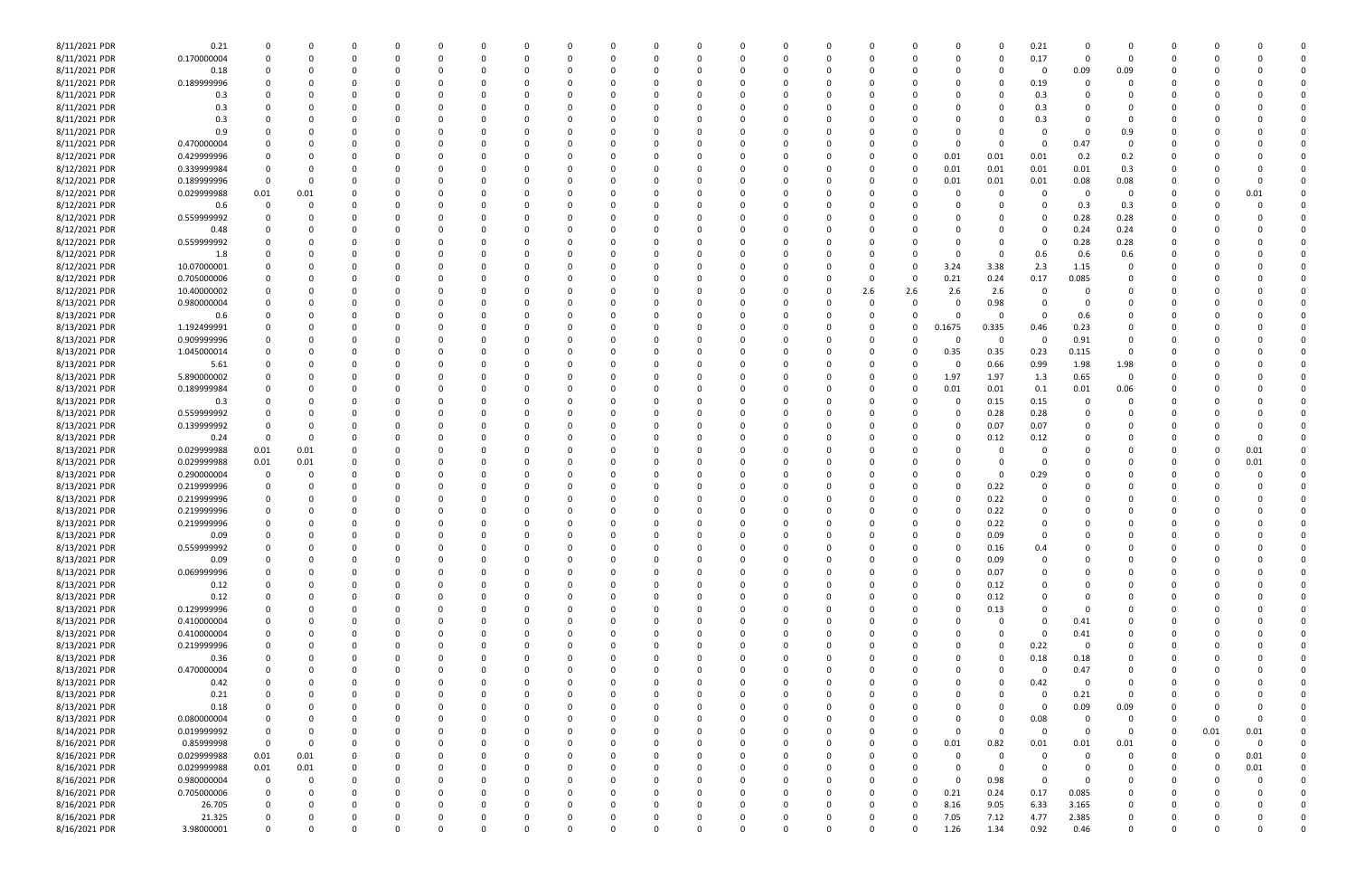| | | | | | | | | | | | | | | | | | | | | | | | | | | | |
|---|---|---|---|---|---|---|---|---|---|---|---|---|---|---|---|---|---|---|---|---|---|---|---|---|---|---|---|
| 8/11/2021 PDR | 0.21 | 0 | 0 | 0 | 0 | 0 | 0 | 0 | 0 | 0 | 0 | 0 | 0 | 0 | 0 | 0 | 0 | 0 | 0 | 0 | 0 | 0.21 | 0 | 0 | 0 | 0 | 0 |
| 8/11/2021 PDR | 0.170000004 | 0 | 0 | 0 | 0 | 0 | 0 | 0 | 0 | 0 | 0 | 0 | 0 | 0 | 0 | 0 | 0 | 0 | 0 | 0 | 0 | 0.17 | 0 | 0 | 0 | 0 | 0 |
| 8/11/2021 PDR | 0.18 | 0 | 0 | 0 | 0 | 0 | 0 | 0 | 0 | 0 | 0 | 0 | 0 | 0 | 0 | 0 | 0 | 0 | 0 | 0 | 0 | 0 | 0.09 | 0.09 | 0 | 0 | 0 |
| 8/11/2021 PDR | 0.189999996 | 0 | 0 | 0 | 0 | 0 | 0 | 0 | 0 | 0 | 0 | 0 | 0 | 0 | 0 | 0 | 0 | 0 | 0 | 0 | 0 | 0.19 | 0 | 0 | 0 | 0 | 0 |
| 8/11/2021 PDR | 0.3 | 0 | 0 | 0 | 0 | 0 | 0 | 0 | 0 | 0 | 0 | 0 | 0 | 0 | 0 | 0 | 0 | 0 | 0 | 0 | 0 | 0.3 | 0 | 0 | 0 | 0 | 0 |
| 8/11/2021 PDR | 0.3 | 0 | 0 | 0 | 0 | 0 | 0 | 0 | 0 | 0 | 0 | 0 | 0 | 0 | 0 | 0 | 0 | 0 | 0 | 0 | 0 | 0.3 | 0 | 0 | 0 | 0 | 0 |
| 8/11/2021 PDR | 0.3 | 0 | 0 | 0 | 0 | 0 | 0 | 0 | 0 | 0 | 0 | 0 | 0 | 0 | 0 | 0 | 0 | 0 | 0 | 0 | 0 | 0.3 | 0 | 0 | 0 | 0 | 0 |
| 8/11/2021 PDR | 0.9 | 0 | 0 | 0 | 0 | 0 | 0 | 0 | 0 | 0 | 0 | 0 | 0 | 0 | 0 | 0 | 0 | 0 | 0 | 0 | 0 | 0 | 0 | 0.9 | 0 | 0 | 0 |
| 8/11/2021 PDR | 0.470000004 | 0 | 0 | 0 | 0 | 0 | 0 | 0 | 0 | 0 | 0 | 0 | 0 | 0 | 0 | 0 | 0 | 0 | 0 | 0 | 0 | 0 | 0.47 | 0 | 0 | 0 | 0 |
| 8/12/2021 PDR | 0.429999996 | 0 | 0 | 0 | 0 | 0 | 0 | 0 | 0 | 0 | 0 | 0 | 0 | 0 | 0 | 0 | 0 | 0 | 0 | 0.01 | 0.01 | 0.01 | 0.2 | 0.2 | 0 | 0 | 0 |
| 8/12/2021 PDR | 0.339999984 | 0 | 0 | 0 | 0 | 0 | 0 | 0 | 0 | 0 | 0 | 0 | 0 | 0 | 0 | 0 | 0 | 0 | 0 | 0.01 | 0.01 | 0.01 | 0.01 | 0.3 | 0 | 0 | 0 |
| 8/12/2021 PDR | 0.189999996 | 0 | 0 | 0 | 0 | 0 | 0 | 0 | 0 | 0 | 0 | 0 | 0 | 0 | 0 | 0 | 0 | 0 | 0 | 0.01 | 0.01 | 0.01 | 0.08 | 0.08 | 0 | 0 | 0 |
| 8/12/2021 PDR | 0.029999988 | 0.01 | 0.01 | 0 | 0 | 0 | 0 | 0 | 0 | 0 | 0 | 0 | 0 | 0 | 0 | 0 | 0 | 0 | 0 | 0 | 0 | 0 | 0 | 0 | 0 | 0.01 | 0 |
| 8/12/2021 PDR | 0.6 | 0 | 0 | 0 | 0 | 0 | 0 | 0 | 0 | 0 | 0 | 0 | 0 | 0 | 0 | 0 | 0 | 0 | 0 | 0 | 0 | 0 | 0.3 | 0.3 | 0 | 0 | 0 |
| 8/12/2021 PDR | 0.559999992 | 0 | 0 | 0 | 0 | 0 | 0 | 0 | 0 | 0 | 0 | 0 | 0 | 0 | 0 | 0 | 0 | 0 | 0 | 0 | 0 | 0 | 0.28 | 0.28 | 0 | 0 | 0 |
| 8/12/2021 PDR | 0.48 | 0 | 0 | 0 | 0 | 0 | 0 | 0 | 0 | 0 | 0 | 0 | 0 | 0 | 0 | 0 | 0 | 0 | 0 | 0 | 0 | 0 | 0.24 | 0.24 | 0 | 0 | 0 |
| 8/12/2021 PDR | 0.559999992 | 0 | 0 | 0 | 0 | 0 | 0 | 0 | 0 | 0 | 0 | 0 | 0 | 0 | 0 | 0 | 0 | 0 | 0 | 0 | 0 | 0 | 0.28 | 0.28 | 0 | 0 | 0 |
| 8/12/2021 PDR | 1.8 | 0 | 0 | 0 | 0 | 0 | 0 | 0 | 0 | 0 | 0 | 0 | 0 | 0 | 0 | 0 | 0 | 0 | 0 | 0 | 0 | 0.6 | 0.6 | 0.6 | 0 | 0 | 0 |
| 8/12/2021 PDR | 10.07000001 | 0 | 0 | 0 | 0 | 0 | 0 | 0 | 0 | 0 | 0 | 0 | 0 | 0 | 0 | 0 | 0 | 0 | 0 | 3.24 | 3.38 | 2.3 | 1.15 | 0 | 0 | 0 | 0 |
| 8/12/2021 PDR | 0.705000006 | 0 | 0 | 0 | 0 | 0 | 0 | 0 | 0 | 0 | 0 | 0 | 0 | 0 | 0 | 0 | 0 | 0 | 0 | 0.21 | 0.24 | 0.17 | 0.085 | 0 | 0 | 0 | 0 |
| 8/12/2021 PDR | 10.40000002 | 0 | 0 | 0 | 0 | 0 | 0 | 0 | 0 | 0 | 0 | 0 | 0 | 0 | 0 | 0 | 0 | 2.6 | 2.6 | 2.6 | 2.6 | 0 | 0 | 0 | 0 | 0 | 0 |
| 8/13/2021 PDR | 0.980000004 | 0 | 0 | 0 | 0 | 0 | 0 | 0 | 0 | 0 | 0 | 0 | 0 | 0 | 0 | 0 | 0 | 0 | 0 | 0 | 0.98 | 0 | 0 | 0 | 0 | 0 | 0 |
| 8/13/2021 PDR | 0.6 | 0 | 0 | 0 | 0 | 0 | 0 | 0 | 0 | 0 | 0 | 0 | 0 | 0 | 0 | 0 | 0 | 0 | 0 | 0 | 0 | 0 | 0.6 | 0 | 0 | 0 | 0 |
| 8/13/2021 PDR | 1.192499991 | 0 | 0 | 0 | 0 | 0 | 0 | 0 | 0 | 0 | 0 | 0 | 0 | 0 | 0 | 0 | 0 | 0 | 0 | 0.1675 | 0.335 | 0.46 | 0.23 | 0 | 0 | 0 | 0 |
| 8/13/2021 PDR | 0.909999996 | 0 | 0 | 0 | 0 | 0 | 0 | 0 | 0 | 0 | 0 | 0 | 0 | 0 | 0 | 0 | 0 | 0 | 0 | 0 | 0 | 0 | 0.91 | 0 | 0 | 0 | 0 |
| 8/13/2021 PDR | 1.045000014 | 0 | 0 | 0 | 0 | 0 | 0 | 0 | 0 | 0 | 0 | 0 | 0 | 0 | 0 | 0 | 0 | 0 | 0 | 0.35 | 0.35 | 0.23 | 0.115 | 0 | 0 | 0 | 0 |
| 8/13/2021 PDR | 5.61 | 0 | 0 | 0 | 0 | 0 | 0 | 0 | 0 | 0 | 0 | 0 | 0 | 0 | 0 | 0 | 0 | 0 | 0 | 0 | 0.66 | 0.99 | 1.98 | 1.98 | 0 | 0 | 0 |
| 8/13/2021 PDR | 5.890000002 | 0 | 0 | 0 | 0 | 0 | 0 | 0 | 0 | 0 | 0 | 0 | 0 | 0 | 0 | 0 | 0 | 0 | 0 | 1.97 | 1.97 | 1.3 | 0.65 | 0 | 0 | 0 | 0 |
| 8/13/2021 PDR | 0.189999984 | 0 | 0 | 0 | 0 | 0 | 0 | 0 | 0 | 0 | 0 | 0 | 0 | 0 | 0 | 0 | 0 | 0 | 0 | 0.01 | 0.01 | 0.1 | 0.01 | 0.06 | 0 | 0 | 0 |
| 8/13/2021 PDR | 0.3 | 0 | 0 | 0 | 0 | 0 | 0 | 0 | 0 | 0 | 0 | 0 | 0 | 0 | 0 | 0 | 0 | 0 | 0 | 0 | 0.15 | 0.15 | 0 | 0 | 0 | 0 | 0 |
| 8/13/2021 PDR | 0.559999992 | 0 | 0 | 0 | 0 | 0 | 0 | 0 | 0 | 0 | 0 | 0 | 0 | 0 | 0 | 0 | 0 | 0 | 0 | 0 | 0.28 | 0.28 | 0 | 0 | 0 | 0 | 0 |
| 8/13/2021 PDR | 0.139999992 | 0 | 0 | 0 | 0 | 0 | 0 | 0 | 0 | 0 | 0 | 0 | 0 | 0 | 0 | 0 | 0 | 0 | 0 | 0 | 0.07 | 0.07 | 0 | 0 | 0 | 0 | 0 |
| 8/13/2021 PDR | 0.24 | 0 | 0 | 0 | 0 | 0 | 0 | 0 | 0 | 0 | 0 | 0 | 0 | 0 | 0 | 0 | 0 | 0 | 0 | 0 | 0.12 | 0.12 | 0 | 0 | 0 | 0 | 0 |
| 8/13/2021 PDR | 0.029999988 | 0.01 | 0.01 | 0 | 0 | 0 | 0 | 0 | 0 | 0 | 0 | 0 | 0 | 0 | 0 | 0 | 0 | 0 | 0 | 0 | 0 | 0 | 0 | 0 | 0 | 0.01 | 0 |
| 8/13/2021 PDR | 0.029999988 | 0.01 | 0.01 | 0 | 0 | 0 | 0 | 0 | 0 | 0 | 0 | 0 | 0 | 0 | 0 | 0 | 0 | 0 | 0 | 0 | 0 | 0 | 0 | 0 | 0 | 0.01 | 0 |
| 8/13/2021 PDR | 0.290000004 | 0 | 0 | 0 | 0 | 0 | 0 | 0 | 0 | 0 | 0 | 0 | 0 | 0 | 0 | 0 | 0 | 0 | 0 | 0 | 0 | 0.29 | 0 | 0 | 0 | 0 | 0 |
| 8/13/2021 PDR | 0.219999996 | 0 | 0 | 0 | 0 | 0 | 0 | 0 | 0 | 0 | 0 | 0 | 0 | 0 | 0 | 0 | 0 | 0 | 0 | 0 | 0.22 | 0 | 0 | 0 | 0 | 0 | 0 |
| 8/13/2021 PDR | 0.219999996 | 0 | 0 | 0 | 0 | 0 | 0 | 0 | 0 | 0 | 0 | 0 | 0 | 0 | 0 | 0 | 0 | 0 | 0 | 0 | 0.22 | 0 | 0 | 0 | 0 | 0 | 0 |
| 8/13/2021 PDR | 0.219999996 | 0 | 0 | 0 | 0 | 0 | 0 | 0 | 0 | 0 | 0 | 0 | 0 | 0 | 0 | 0 | 0 | 0 | 0 | 0 | 0.22 | 0 | 0 | 0 | 0 | 0 | 0 |
| 8/13/2021 PDR | 0.219999996 | 0 | 0 | 0 | 0 | 0 | 0 | 0 | 0 | 0 | 0 | 0 | 0 | 0 | 0 | 0 | 0 | 0 | 0 | 0 | 0.22 | 0 | 0 | 0 | 0 | 0 | 0 |
| 8/13/2021 PDR | 0.09 | 0 | 0 | 0 | 0 | 0 | 0 | 0 | 0 | 0 | 0 | 0 | 0 | 0 | 0 | 0 | 0 | 0 | 0 | 0 | 0.09 | 0 | 0 | 0 | 0 | 0 | 0 |
| 8/13/2021 PDR | 0.559999992 | 0 | 0 | 0 | 0 | 0 | 0 | 0 | 0 | 0 | 0 | 0 | 0 | 0 | 0 | 0 | 0 | 0 | 0 | 0 | 0.16 | 0.4 | 0 | 0 | 0 | 0 | 0 |
| 8/13/2021 PDR | 0.09 | 0 | 0 | 0 | 0 | 0 | 0 | 0 | 0 | 0 | 0 | 0 | 0 | 0 | 0 | 0 | 0 | 0 | 0 | 0 | 0.09 | 0 | 0 | 0 | 0 | 0 | 0 |
| 8/13/2021 PDR | 0.069999996 | 0 | 0 | 0 | 0 | 0 | 0 | 0 | 0 | 0 | 0 | 0 | 0 | 0 | 0 | 0 | 0 | 0 | 0 | 0 | 0.07 | 0 | 0 | 0 | 0 | 0 | 0 |
| 8/13/2021 PDR | 0.12 | 0 | 0 | 0 | 0 | 0 | 0 | 0 | 0 | 0 | 0 | 0 | 0 | 0 | 0 | 0 | 0 | 0 | 0 | 0 | 0.12 | 0 | 0 | 0 | 0 | 0 | 0 |
| 8/13/2021 PDR | 0.12 | 0 | 0 | 0 | 0 | 0 | 0 | 0 | 0 | 0 | 0 | 0 | 0 | 0 | 0 | 0 | 0 | 0 | 0 | 0 | 0.12 | 0 | 0 | 0 | 0 | 0 | 0 |
| 8/13/2021 PDR | 0.129999996 | 0 | 0 | 0 | 0 | 0 | 0 | 0 | 0 | 0 | 0 | 0 | 0 | 0 | 0 | 0 | 0 | 0 | 0 | 0 | 0.13 | 0 | 0 | 0 | 0 | 0 | 0 |
| 8/13/2021 PDR | 0.410000004 | 0 | 0 | 0 | 0 | 0 | 0 | 0 | 0 | 0 | 0 | 0 | 0 | 0 | 0 | 0 | 0 | 0 | 0 | 0 | 0 | 0 | 0.41 | 0 | 0 | 0 | 0 |
| 8/13/2021 PDR | 0.410000004 | 0 | 0 | 0 | 0 | 0 | 0 | 0 | 0 | 0 | 0 | 0 | 0 | 0 | 0 | 0 | 0 | 0 | 0 | 0 | 0 | 0 | 0.41 | 0 | 0 | 0 | 0 |
| 8/13/2021 PDR | 0.219999996 | 0 | 0 | 0 | 0 | 0 | 0 | 0 | 0 | 0 | 0 | 0 | 0 | 0 | 0 | 0 | 0 | 0 | 0 | 0 | 0 | 0.22 | 0 | 0 | 0 | 0 | 0 |
| 8/13/2021 PDR | 0.36 | 0 | 0 | 0 | 0 | 0 | 0 | 0 | 0 | 0 | 0 | 0 | 0 | 0 | 0 | 0 | 0 | 0 | 0 | 0 | 0 | 0.18 | 0.18 | 0 | 0 | 0 | 0 |
| 8/13/2021 PDR | 0.470000004 | 0 | 0 | 0 | 0 | 0 | 0 | 0 | 0 | 0 | 0 | 0 | 0 | 0 | 0 | 0 | 0 | 0 | 0 | 0 | 0 | 0 | 0.47 | 0 | 0 | 0 | 0 |
| 8/13/2021 PDR | 0.42 | 0 | 0 | 0 | 0 | 0 | 0 | 0 | 0 | 0 | 0 | 0 | 0 | 0 | 0 | 0 | 0 | 0 | 0 | 0 | 0 | 0.42 | 0 | 0 | 0 | 0 | 0 |
| 8/13/2021 PDR | 0.21 | 0 | 0 | 0 | 0 | 0 | 0 | 0 | 0 | 0 | 0 | 0 | 0 | 0 | 0 | 0 | 0 | 0 | 0 | 0 | 0 | 0 | 0.21 | 0 | 0 | 0 | 0 |
| 8/13/2021 PDR | 0.18 | 0 | 0 | 0 | 0 | 0 | 0 | 0 | 0 | 0 | 0 | 0 | 0 | 0 | 0 | 0 | 0 | 0 | 0 | 0 | 0 | 0 | 0.09 | 0.09 | 0 | 0 | 0 |
| 8/13/2021 PDR | 0.080000004 | 0 | 0 | 0 | 0 | 0 | 0 | 0 | 0 | 0 | 0 | 0 | 0 | 0 | 0 | 0 | 0 | 0 | 0 | 0 | 0 | 0.08 | 0 | 0 | 0 | 0 | 0 |
| 8/14/2021 PDR | 0.019999992 | 0 | 0 | 0 | 0 | 0 | 0 | 0 | 0 | 0 | 0 | 0 | 0 | 0 | 0 | 0 | 0 | 0 | 0 | 0 | 0 | 0 | 0 | 0 | 0.01 | 0.01 | 0 |
| 8/16/2021 PDR | 0.85999998 | 0 | 0 | 0 | 0 | 0 | 0 | 0 | 0 | 0 | 0 | 0 | 0 | 0 | 0 | 0 | 0 | 0 | 0 | 0.01 | 0.82 | 0.01 | 0.01 | 0.01 | 0 | 0 | 0 |
| 8/16/2021 PDR | 0.029999988 | 0.01 | 0.01 | 0 | 0 | 0 | 0 | 0 | 0 | 0 | 0 | 0 | 0 | 0 | 0 | 0 | 0 | 0 | 0 | 0 | 0 | 0 | 0 | 0 | 0 | 0.01 | 0 |
| 8/16/2021 PDR | 0.029999988 | 0.01 | 0.01 | 0 | 0 | 0 | 0 | 0 | 0 | 0 | 0 | 0 | 0 | 0 | 0 | 0 | 0 | 0 | 0 | 0 | 0 | 0 | 0 | 0 | 0 | 0.01 | 0 |
| 8/16/2021 PDR | 0.980000004 | 0 | 0 | 0 | 0 | 0 | 0 | 0 | 0 | 0 | 0 | 0 | 0 | 0 | 0 | 0 | 0 | 0 | 0 | 0 | 0.98 | 0 | 0 | 0 | 0 | 0 | 0 |
| 8/16/2021 PDR | 0.705000006 | 0 | 0 | 0 | 0 | 0 | 0 | 0 | 0 | 0 | 0 | 0 | 0 | 0 | 0 | 0 | 0 | 0 | 0 | 0.21 | 0.24 | 0.17 | 0.085 | 0 | 0 | 0 | 0 |
| 8/16/2021 PDR | 26.705 | 0 | 0 | 0 | 0 | 0 | 0 | 0 | 0 | 0 | 0 | 0 | 0 | 0 | 0 | 0 | 0 | 0 | 0 | 8.16 | 9.05 | 6.33 | 3.165 | 0 | 0 | 0 | 0 |
| 8/16/2021 PDR | 21.325 | 0 | 0 | 0 | 0 | 0 | 0 | 0 | 0 | 0 | 0 | 0 | 0 | 0 | 0 | 0 | 0 | 0 | 0 | 7.05 | 7.12 | 4.77 | 2.385 | 0 | 0 | 0 | 0 |
| 8/16/2021 PDR | 3.98000001 | 0 | 0 | 0 | 0 | 0 | 0 | 0 | 0 | 0 | 0 | 0 | 0 | 0 | 0 | 0 | 0 | 0 | 0 | 1.26 | 1.34 | 0.92 | 0.46 | 0 | 0 | 0 | 0 |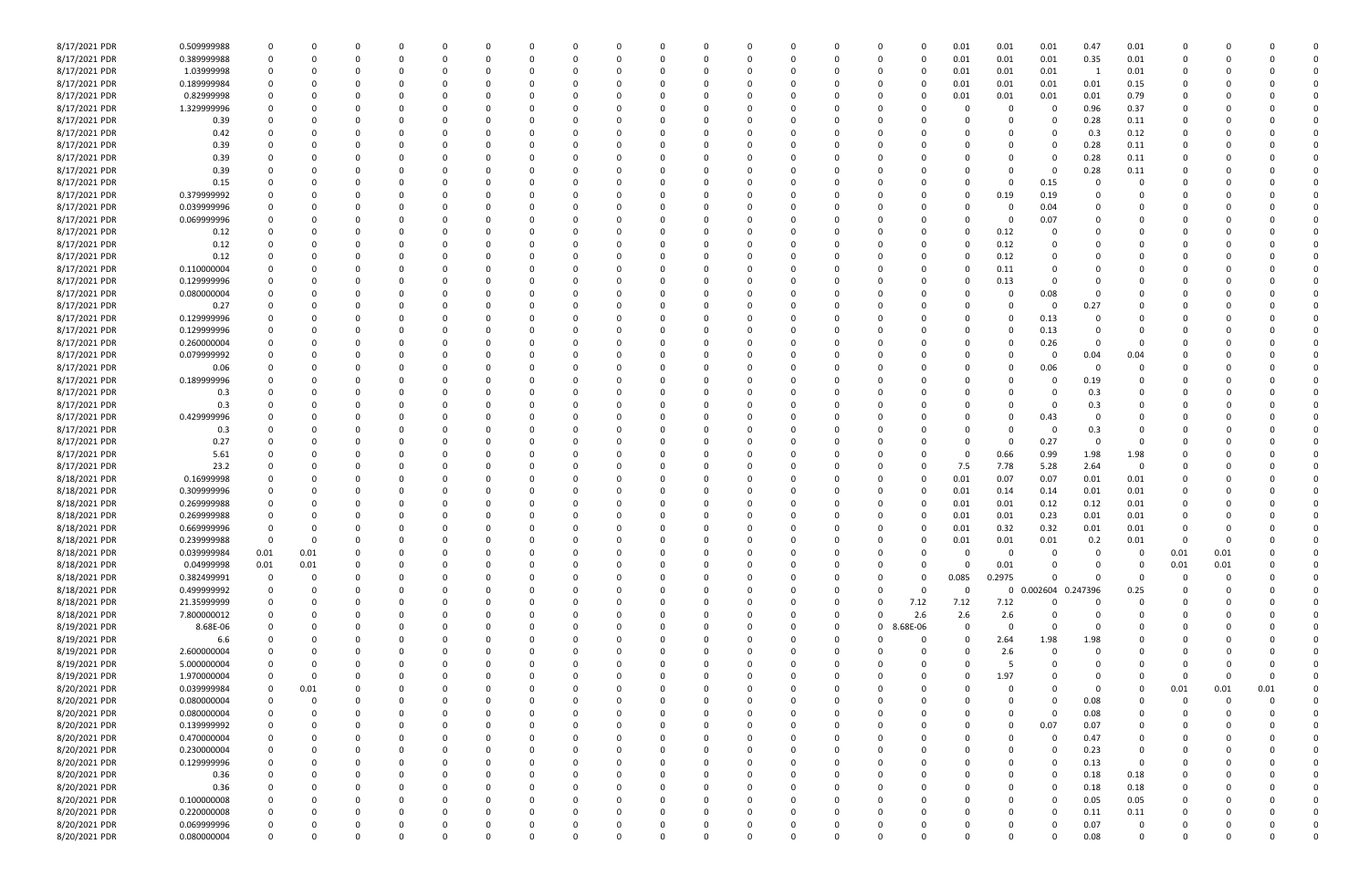| | | | | | | | | | | | | | | | | | | | | | | | | | | |
|---|---|---|---|---|---|---|---|---|---|---|---|---|---|---|---|---|---|---|---|---|---|---|---|---|---|---|
| 8/17/2021 PDR | 0.509999988 | 0 | 0 | 0 | 0 | 0 | 0 | 0 | 0 | 0 | 0 | 0 | 0 | 0 | 0 | 0 | 0 | 0.01 | 0.01 | 0.01 | 0.47 | 0.01 | 0 | 0 | 0 | 0 |
| 8/17/2021 PDR | 0.389999988 | 0 | 0 | 0 | 0 | 0 | 0 | 0 | 0 | 0 | 0 | 0 | 0 | 0 | 0 | 0 | 0 | 0.01 | 0.01 | 0.01 | 0.35 | 0.01 | 0 | 0 | 0 | 0 |
| 8/17/2021 PDR | 1.03999998 | 0 | 0 | 0 | 0 | 0 | 0 | 0 | 0 | 0 | 0 | 0 | 0 | 0 | 0 | 0 | 0 | 0.01 | 0.01 | 0.01 | 1 | 0.01 | 0 | 0 | 0 | 0 |
| 8/17/2021 PDR | 0.189999984 | 0 | 0 | 0 | 0 | 0 | 0 | 0 | 0 | 0 | 0 | 0 | 0 | 0 | 0 | 0 | 0 | 0.01 | 0.01 | 0.01 | 0.01 | 0.15 | 0 | 0 | 0 | 0 |
| 8/17/2021 PDR | 0.82999998 | 0 | 0 | 0 | 0 | 0 | 0 | 0 | 0 | 0 | 0 | 0 | 0 | 0 | 0 | 0 | 0 | 0.01 | 0.01 | 0.01 | 0.01 | 0.79 | 0 | 0 | 0 | 0 |
| 8/17/2021 PDR | 1.329999996 | 0 | 0 | 0 | 0 | 0 | 0 | 0 | 0 | 0 | 0 | 0 | 0 | 0 | 0 | 0 | 0 | 0 | 0 | 0 | 0.96 | 0.37 | 0 | 0 | 0 | 0 |
| 8/17/2021 PDR | 0.39 | 0 | 0 | 0 | 0 | 0 | 0 | 0 | 0 | 0 | 0 | 0 | 0 | 0 | 0 | 0 | 0 | 0 | 0 | 0 | 0.28 | 0.11 | 0 | 0 | 0 | 0 |
| 8/17/2021 PDR | 0.42 | 0 | 0 | 0 | 0 | 0 | 0 | 0 | 0 | 0 | 0 | 0 | 0 | 0 | 0 | 0 | 0 | 0 | 0 | 0 | 0.3 | 0.12 | 0 | 0 | 0 | 0 |
| 8/17/2021 PDR | 0.39 | 0 | 0 | 0 | 0 | 0 | 0 | 0 | 0 | 0 | 0 | 0 | 0 | 0 | 0 | 0 | 0 | 0 | 0 | 0 | 0.28 | 0.11 | 0 | 0 | 0 | 0 |
| 8/17/2021 PDR | 0.39 | 0 | 0 | 0 | 0 | 0 | 0 | 0 | 0 | 0 | 0 | 0 | 0 | 0 | 0 | 0 | 0 | 0 | 0 | 0 | 0.28 | 0.11 | 0 | 0 | 0 | 0 |
| 8/17/2021 PDR | 0.39 | 0 | 0 | 0 | 0 | 0 | 0 | 0 | 0 | 0 | 0 | 0 | 0 | 0 | 0 | 0 | 0 | 0 | 0 | 0 | 0.28 | 0.11 | 0 | 0 | 0 | 0 |
| 8/17/2021 PDR | 0.15 | 0 | 0 | 0 | 0 | 0 | 0 | 0 | 0 | 0 | 0 | 0 | 0 | 0 | 0 | 0 | 0 | 0 | 0 | 0.15 | 0 | 0 | 0 | 0 | 0 | 0 |
| 8/17/2021 PDR | 0.379999992 | 0 | 0 | 0 | 0 | 0 | 0 | 0 | 0 | 0 | 0 | 0 | 0 | 0 | 0 | 0 | 0 | 0 | 0.19 | 0.19 | 0 | 0 | 0 | 0 | 0 | 0 |
| 8/17/2021 PDR | 0.039999996 | 0 | 0 | 0 | 0 | 0 | 0 | 0 | 0 | 0 | 0 | 0 | 0 | 0 | 0 | 0 | 0 | 0 | 0 | 0.04 | 0 | 0 | 0 | 0 | 0 | 0 |
| 8/17/2021 PDR | 0.069999996 | 0 | 0 | 0 | 0 | 0 | 0 | 0 | 0 | 0 | 0 | 0 | 0 | 0 | 0 | 0 | 0 | 0 | 0 | 0.07 | 0 | 0 | 0 | 0 | 0 | 0 |
| 8/17/2021 PDR | 0.12 | 0 | 0 | 0 | 0 | 0 | 0 | 0 | 0 | 0 | 0 | 0 | 0 | 0 | 0 | 0 | 0 | 0 | 0.12 | 0 | 0 | 0 | 0 | 0 | 0 | 0 |
| 8/17/2021 PDR | 0.12 | 0 | 0 | 0 | 0 | 0 | 0 | 0 | 0 | 0 | 0 | 0 | 0 | 0 | 0 | 0 | 0 | 0 | 0.12 | 0 | 0 | 0 | 0 | 0 | 0 | 0 |
| 8/17/2021 PDR | 0.12 | 0 | 0 | 0 | 0 | 0 | 0 | 0 | 0 | 0 | 0 | 0 | 0 | 0 | 0 | 0 | 0 | 0 | 0.12 | 0 | 0 | 0 | 0 | 0 | 0 | 0 |
| 8/17/2021 PDR | 0.110000004 | 0 | 0 | 0 | 0 | 0 | 0 | 0 | 0 | 0 | 0 | 0 | 0 | 0 | 0 | 0 | 0 | 0 | 0.11 | 0 | 0 | 0 | 0 | 0 | 0 | 0 |
| 8/17/2021 PDR | 0.129999996 | 0 | 0 | 0 | 0 | 0 | 0 | 0 | 0 | 0 | 0 | 0 | 0 | 0 | 0 | 0 | 0 | 0 | 0.13 | 0 | 0 | 0 | 0 | 0 | 0 | 0 |
| 8/17/2021 PDR | 0.080000004 | 0 | 0 | 0 | 0 | 0 | 0 | 0 | 0 | 0 | 0 | 0 | 0 | 0 | 0 | 0 | 0 | 0 | 0 | 0.08 | 0 | 0 | 0 | 0 | 0 | 0 |
| 8/17/2021 PDR | 0.27 | 0 | 0 | 0 | 0 | 0 | 0 | 0 | 0 | 0 | 0 | 0 | 0 | 0 | 0 | 0 | 0 | 0 | 0 | 0 | 0.27 | 0 | 0 | 0 | 0 | 0 |
| 8/17/2021 PDR | 0.129999996 | 0 | 0 | 0 | 0 | 0 | 0 | 0 | 0 | 0 | 0 | 0 | 0 | 0 | 0 | 0 | 0 | 0 | 0 | 0.13 | 0 | 0 | 0 | 0 | 0 | 0 |
| 8/17/2021 PDR | 0.129999996 | 0 | 0 | 0 | 0 | 0 | 0 | 0 | 0 | 0 | 0 | 0 | 0 | 0 | 0 | 0 | 0 | 0 | 0 | 0.13 | 0 | 0 | 0 | 0 | 0 | 0 |
| 8/17/2021 PDR | 0.260000004 | 0 | 0 | 0 | 0 | 0 | 0 | 0 | 0 | 0 | 0 | 0 | 0 | 0 | 0 | 0 | 0 | 0 | 0 | 0.26 | 0 | 0 | 0 | 0 | 0 | 0 |
| 8/17/2021 PDR | 0.079999992 | 0 | 0 | 0 | 0 | 0 | 0 | 0 | 0 | 0 | 0 | 0 | 0 | 0 | 0 | 0 | 0 | 0 | 0 | 0 | 0.04 | 0.04 | 0 | 0 | 0 | 0 |
| 8/17/2021 PDR | 0.06 | 0 | 0 | 0 | 0 | 0 | 0 | 0 | 0 | 0 | 0 | 0 | 0 | 0 | 0 | 0 | 0 | 0 | 0 | 0.06 | 0 | 0 | 0 | 0 | 0 | 0 |
| 8/17/2021 PDR | 0.189999996 | 0 | 0 | 0 | 0 | 0 | 0 | 0 | 0 | 0 | 0 | 0 | 0 | 0 | 0 | 0 | 0 | 0 | 0 | 0 | 0.19 | 0 | 0 | 0 | 0 | 0 |
| 8/17/2021 PDR | 0.3 | 0 | 0 | 0 | 0 | 0 | 0 | 0 | 0 | 0 | 0 | 0 | 0 | 0 | 0 | 0 | 0 | 0 | 0 | 0 | 0.3 | 0 | 0 | 0 | 0 | 0 |
| 8/17/2021 PDR | 0.3 | 0 | 0 | 0 | 0 | 0 | 0 | 0 | 0 | 0 | 0 | 0 | 0 | 0 | 0 | 0 | 0 | 0 | 0 | 0 | 0.3 | 0 | 0 | 0 | 0 | 0 |
| 8/17/2021 PDR | 0.429999996 | 0 | 0 | 0 | 0 | 0 | 0 | 0 | 0 | 0 | 0 | 0 | 0 | 0 | 0 | 0 | 0 | 0 | 0 | 0.43 | 0 | 0 | 0 | 0 | 0 | 0 |
| 8/17/2021 PDR | 0.3 | 0 | 0 | 0 | 0 | 0 | 0 | 0 | 0 | 0 | 0 | 0 | 0 | 0 | 0 | 0 | 0 | 0 | 0 | 0 | 0.3 | 0 | 0 | 0 | 0 | 0 |
| 8/17/2021 PDR | 0.27 | 0 | 0 | 0 | 0 | 0 | 0 | 0 | 0 | 0 | 0 | 0 | 0 | 0 | 0 | 0 | 0 | 0 | 0 | 0.27 | 0 | 0 | 0 | 0 | 0 | 0 |
| 8/17/2021 PDR | 5.61 | 0 | 0 | 0 | 0 | 0 | 0 | 0 | 0 | 0 | 0 | 0 | 0 | 0 | 0 | 0 | 0 | 0 | 0.66 | 0.99 | 1.98 | 1.98 | 0 | 0 | 0 | 0 |
| 8/17/2021 PDR | 23.2 | 0 | 0 | 0 | 0 | 0 | 0 | 0 | 0 | 0 | 0 | 0 | 0 | 0 | 0 | 0 | 0 | 7.5 | 7.78 | 5.28 | 2.64 | 0 | 0 | 0 | 0 | 0 |
| 8/18/2021 PDR | 0.16999998 | 0 | 0 | 0 | 0 | 0 | 0 | 0 | 0 | 0 | 0 | 0 | 0 | 0 | 0 | 0 | 0 | 0.01 | 0.07 | 0.07 | 0.01 | 0.01 | 0 | 0 | 0 | 0 |
| 8/18/2021 PDR | 0.309999996 | 0 | 0 | 0 | 0 | 0 | 0 | 0 | 0 | 0 | 0 | 0 | 0 | 0 | 0 | 0 | 0 | 0.01 | 0.14 | 0.14 | 0.01 | 0.01 | 0 | 0 | 0 | 0 |
| 8/18/2021 PDR | 0.269999988 | 0 | 0 | 0 | 0 | 0 | 0 | 0 | 0 | 0 | 0 | 0 | 0 | 0 | 0 | 0 | 0 | 0.01 | 0.01 | 0.12 | 0.12 | 0.01 | 0 | 0 | 0 | 0 |
| 8/18/2021 PDR | 0.269999988 | 0 | 0 | 0 | 0 | 0 | 0 | 0 | 0 | 0 | 0 | 0 | 0 | 0 | 0 | 0 | 0 | 0.01 | 0.01 | 0.23 | 0.01 | 0.01 | 0 | 0 | 0 | 0 |
| 8/18/2021 PDR | 0.669999996 | 0 | 0 | 0 | 0 | 0 | 0 | 0 | 0 | 0 | 0 | 0 | 0 | 0 | 0 | 0 | 0 | 0.01 | 0.32 | 0.32 | 0.01 | 0.01 | 0 | 0 | 0 | 0 |
| 8/18/2021 PDR | 0.239999988 | 0 | 0 | 0 | 0 | 0 | 0 | 0 | 0 | 0 | 0 | 0 | 0 | 0 | 0 | 0 | 0 | 0.01 | 0.01 | 0.01 | 0.2 | 0.01 | 0 | 0 | 0 | 0 |
| 8/18/2021 PDR | 0.039999984 | 0.01 | 0.01 | 0 | 0 | 0 | 0 | 0 | 0 | 0 | 0 | 0 | 0 | 0 | 0 | 0 | 0 | 0 | 0 | 0 | 0 | 0 | 0.01 | 0.01 | 0 | 0 |
| 8/18/2021 PDR | 0.04999998 | 0.01 | 0.01 | 0 | 0 | 0 | 0 | 0 | 0 | 0 | 0 | 0 | 0 | 0 | 0 | 0 | 0 | 0 | 0.01 | 0 | 0 | 0 | 0.01 | 0.01 | 0 | 0 |
| 8/18/2021 PDR | 0.382499991 | 0 | 0 | 0 | 0 | 0 | 0 | 0 | 0 | 0 | 0 | 0 | 0 | 0 | 0 | 0 | 0 | 0.085 | 0.2975 | 0 | 0 | 0 | 0 | 0 | 0 | 0 |
| 8/18/2021 PDR | 0.499999992 | 0 | 0 | 0 | 0 | 0 | 0 | 0 | 0 | 0 | 0 | 0 | 0 | 0 | 0 | 0 | 0 | 0 | 0 | 0.002604 | 0.247396 | 0.25 | 0 | 0 | 0 | 0 |
| 8/18/2021 PDR | 21.35999999 | 0 | 0 | 0 | 0 | 0 | 0 | 0 | 0 | 0 | 0 | 0 | 0 | 0 | 0 | 0 | 7.12 | 7.12 | 7.12 | 0 | 0 | 0 | 0 | 0 | 0 | 0 |
| 8/18/2021 PDR | 7.800000012 | 0 | 0 | 0 | 0 | 0 | 0 | 0 | 0 | 0 | 0 | 0 | 0 | 0 | 0 | 0 | 2.6 | 2.6 | 2.6 | 0 | 0 | 0 | 0 | 0 | 0 | 0 |
| 8/19/2021 PDR | 8.68E-06 | 0 | 0 | 0 | 0 | 0 | 0 | 0 | 0 | 0 | 0 | 0 | 0 | 0 | 0 | 0 | 8.68E-06 | 0 | 0 | 0 | 0 | 0 | 0 | 0 | 0 | 0 |
| 8/19/2021 PDR | 6.6 | 0 | 0 | 0 | 0 | 0 | 0 | 0 | 0 | 0 | 0 | 0 | 0 | 0 | 0 | 0 | 0 | 0 | 2.64 | 1.98 | 1.98 | 0 | 0 | 0 | 0 | 0 |
| 8/19/2021 PDR | 2.600000004 | 0 | 0 | 0 | 0 | 0 | 0 | 0 | 0 | 0 | 0 | 0 | 0 | 0 | 0 | 0 | 0 | 0 | 2.6 | 0 | 0 | 0 | 0 | 0 | 0 | 0 |
| 8/19/2021 PDR | 5.000000004 | 0 | 0 | 0 | 0 | 0 | 0 | 0 | 0 | 0 | 0 | 0 | 0 | 0 | 0 | 0 | 0 | 0 | 5 | 0 | 0 | 0 | 0 | 0 | 0 | 0 |
| 8/19/2021 PDR | 1.970000004 | 0 | 0 | 0 | 0 | 0 | 0 | 0 | 0 | 0 | 0 | 0 | 0 | 0 | 0 | 0 | 0 | 0 | 1.97 | 0 | 0 | 0 | 0 | 0 | 0 | 0 |
| 8/20/2021 PDR | 0.039999984 | 0 | 0.01 | 0 | 0 | 0 | 0 | 0 | 0 | 0 | 0 | 0 | 0 | 0 | 0 | 0 | 0 | 0 | 0 | 0 | 0 | 0 | 0.01 | 0.01 | 0.01 | 0 |
| 8/20/2021 PDR | 0.080000004 | 0 | 0 | 0 | 0 | 0 | 0 | 0 | 0 | 0 | 0 | 0 | 0 | 0 | 0 | 0 | 0 | 0 | 0 | 0 | 0.08 | 0 | 0 | 0 | 0 | 0 |
| 8/20/2021 PDR | 0.080000004 | 0 | 0 | 0 | 0 | 0 | 0 | 0 | 0 | 0 | 0 | 0 | 0 | 0 | 0 | 0 | 0 | 0 | 0 | 0 | 0.08 | 0 | 0 | 0 | 0 | 0 |
| 8/20/2021 PDR | 0.139999992 | 0 | 0 | 0 | 0 | 0 | 0 | 0 | 0 | 0 | 0 | 0 | 0 | 0 | 0 | 0 | 0 | 0 | 0 | 0.07 | 0.07 | 0 | 0 | 0 | 0 | 0 |
| 8/20/2021 PDR | 0.470000004 | 0 | 0 | 0 | 0 | 0 | 0 | 0 | 0 | 0 | 0 | 0 | 0 | 0 | 0 | 0 | 0 | 0 | 0 | 0 | 0.47 | 0 | 0 | 0 | 0 | 0 |
| 8/20/2021 PDR | 0.230000004 | 0 | 0 | 0 | 0 | 0 | 0 | 0 | 0 | 0 | 0 | 0 | 0 | 0 | 0 | 0 | 0 | 0 | 0 | 0 | 0.23 | 0 | 0 | 0 | 0 | 0 |
| 8/20/2021 PDR | 0.129999996 | 0 | 0 | 0 | 0 | 0 | 0 | 0 | 0 | 0 | 0 | 0 | 0 | 0 | 0 | 0 | 0 | 0 | 0 | 0 | 0.13 | 0 | 0 | 0 | 0 | 0 |
| 8/20/2021 PDR | 0.36 | 0 | 0 | 0 | 0 | 0 | 0 | 0 | 0 | 0 | 0 | 0 | 0 | 0 | 0 | 0 | 0 | 0 | 0 | 0 | 0.18 | 0.18 | 0 | 0 | 0 | 0 |
| 8/20/2021 PDR | 0.36 | 0 | 0 | 0 | 0 | 0 | 0 | 0 | 0 | 0 | 0 | 0 | 0 | 0 | 0 | 0 | 0 | 0 | 0 | 0 | 0.18 | 0.18 | 0 | 0 | 0 | 0 |
| 8/20/2021 PDR | 0.100000008 | 0 | 0 | 0 | 0 | 0 | 0 | 0 | 0 | 0 | 0 | 0 | 0 | 0 | 0 | 0 | 0 | 0 | 0 | 0 | 0.05 | 0.05 | 0 | 0 | 0 | 0 |
| 8/20/2021 PDR | 0.220000008 | 0 | 0 | 0 | 0 | 0 | 0 | 0 | 0 | 0 | 0 | 0 | 0 | 0 | 0 | 0 | 0 | 0 | 0 | 0 | 0.11 | 0.11 | 0 | 0 | 0 | 0 |
| 8/20/2021 PDR | 0.069999996 | 0 | 0 | 0 | 0 | 0 | 0 | 0 | 0 | 0 | 0 | 0 | 0 | 0 | 0 | 0 | 0 | 0 | 0 | 0 | 0.07 | 0 | 0 | 0 | 0 | 0 |
| 8/20/2021 PDR | 0.080000004 | 0 | 0 | 0 | 0 | 0 | 0 | 0 | 0 | 0 | 0 | 0 | 0 | 0 | 0 | 0 | 0 | 0 | 0 | 0 | 0.08 | 0 | 0 | 0 | 0 | 0 |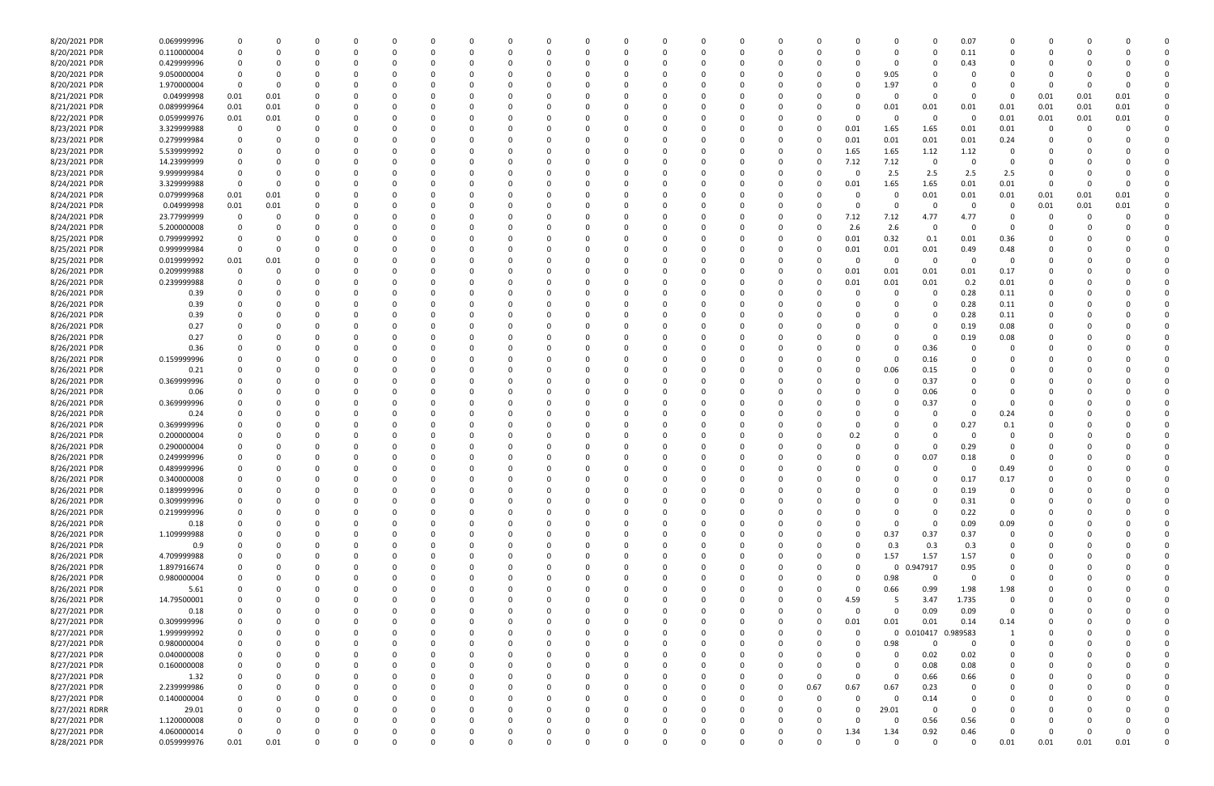| | | | | | | | | | | | | | | | | | | | | | | | | | | | |
|---|---|---|---|---|---|---|---|---|---|---|---|---|---|---|---|---|---|---|---|---|---|---|---|---|---|---|---|
| 8/20/2021 PDR | 0.069999996 | 0 | 0 | 0 | 0 | 0 | 0 | 0 | 0 | 0 | 0 | 0 | 0 | 0 | 0 | 0 | 0 | 0 | 0 | 0 | 0.07 | 0 | 0 | 0 | 0 | 0 | 0 |
| 8/20/2021 PDR | 0.110000004 | 0 | 0 | 0 | 0 | 0 | 0 | 0 | 0 | 0 | 0 | 0 | 0 | 0 | 0 | 0 | 0 | 0 | 0 | 0 | 0.11 | 0 | 0 | 0 | 0 | 0 | 0 |
| 8/20/2021 PDR | 0.429999996 | 0 | 0 | 0 | 0 | 0 | 0 | 0 | 0 | 0 | 0 | 0 | 0 | 0 | 0 | 0 | 0 | 0 | 0 | 0 | 0.43 | 0 | 0 | 0 | 0 | 0 | 0 |
| 8/20/2021 PDR | 9.050000004 | 0 | 0 | 0 | 0 | 0 | 0 | 0 | 0 | 0 | 0 | 0 | 0 | 0 | 0 | 0 | 0 | 0 | 9.05 | 0 | 0 | 0 | 0 | 0 | 0 | 0 | 0 |
| 8/20/2021 PDR | 1.970000004 | 0 | 0 | 0 | 0 | 0 | 0 | 0 | 0 | 0 | 0 | 0 | 0 | 0 | 0 | 0 | 0 | 0 | 1.97 | 0 | 0 | 0 | 0 | 0 | 0 | 0 | 0 |
| 8/21/2021 PDR | 0.04999998 | 0.01 | 0.01 | 0 | 0 | 0 | 0 | 0 | 0 | 0 | 0 | 0 | 0 | 0 | 0 | 0 | 0 | 0 | 0 | 0 | 0 | 0 | 0 | 0.01 | 0.01 | 0.01 | 0 |
| 8/21/2021 PDR | 0.089999964 | 0.01 | 0.01 | 0 | 0 | 0 | 0 | 0 | 0 | 0 | 0 | 0 | 0 | 0 | 0 | 0 | 0 | 0 | 0 | 0.01 | 0.01 | 0.01 | 0.01 | 0.01 | 0.01 | 0.01 | 0 |
| 8/22/2021 PDR | 0.059999976 | 0.01 | 0.01 | 0 | 0 | 0 | 0 | 0 | 0 | 0 | 0 | 0 | 0 | 0 | 0 | 0 | 0 | 0 | 0 | 0 | 0 | 0 | 0.01 | 0.01 | 0.01 | 0.01 | 0 |
| 8/23/2021 PDR | 3.329999988 | 0 | 0 | 0 | 0 | 0 | 0 | 0 | 0 | 0 | 0 | 0 | 0 | 0 | 0 | 0 | 0 | 0.01 | 1.65 | 1.65 | 0.01 | 0.01 | 0 | 0 | 0 | 0 | 0 |
| 8/23/2021 PDR | 0.279999984 | 0 | 0 | 0 | 0 | 0 | 0 | 0 | 0 | 0 | 0 | 0 | 0 | 0 | 0 | 0 | 0 | 0.01 | 0.01 | 0.01 | 0.01 | 0.24 | 0 | 0 | 0 | 0 | 0 |
| 8/23/2021 PDR | 5.539999992 | 0 | 0 | 0 | 0 | 0 | 0 | 0 | 0 | 0 | 0 | 0 | 0 | 0 | 0 | 0 | 0 | 1.65 | 1.65 | 1.12 | 1.12 | 0 | 0 | 0 | 0 | 0 | 0 |
| 8/23/2021 PDR | 14.23999999 | 0 | 0 | 0 | 0 | 0 | 0 | 0 | 0 | 0 | 0 | 0 | 0 | 0 | 0 | 0 | 0 | 7.12 | 7.12 | 0 | 0 | 0 | 0 | 0 | 0 | 0 | 0 |
| 8/23/2021 PDR | 9.999999984 | 0 | 0 | 0 | 0 | 0 | 0 | 0 | 0 | 0 | 0 | 0 | 0 | 0 | 0 | 0 | 0 | 0 | 2.5 | 2.5 | 2.5 | 2.5 | 0 | 0 | 0 | 0 | 0 |
| 8/24/2021 PDR | 3.329999988 | 0 | 0 | 0 | 0 | 0 | 0 | 0 | 0 | 0 | 0 | 0 | 0 | 0 | 0 | 0 | 0 | 0.01 | 1.65 | 1.65 | 0.01 | 0.01 | 0 | 0 | 0 | 0 | 0 |
| 8/24/2021 PDR | 0.079999968 | 0.01 | 0.01 | 0 | 0 | 0 | 0 | 0 | 0 | 0 | 0 | 0 | 0 | 0 | 0 | 0 | 0 | 0 | 0 | 0 | 0.01 | 0.01 | 0.01 | 0.01 | 0.01 | 0.01 | 0 |
| 8/24/2021 PDR | 0.04999998 | 0.01 | 0.01 | 0 | 0 | 0 | 0 | 0 | 0 | 0 | 0 | 0 | 0 | 0 | 0 | 0 | 0 | 0 | 0 | 0 | 0 | 0 | 0 | 0.01 | 0.01 | 0.01 | 0 |
| 8/24/2021 PDR | 23.77999999 | 0 | 0 | 0 | 0 | 0 | 0 | 0 | 0 | 0 | 0 | 0 | 0 | 0 | 0 | 0 | 0 | 7.12 | 7.12 | 4.77 | 4.77 | 0 | 0 | 0 | 0 | 0 | 0 |
| 8/24/2021 PDR | 5.200000008 | 0 | 0 | 0 | 0 | 0 | 0 | 0 | 0 | 0 | 0 | 0 | 0 | 0 | 0 | 0 | 0 | 2.6 | 2.6 | 0 | 0 | 0 | 0 | 0 | 0 | 0 | 0 |
| 8/25/2021 PDR | 0.799999992 | 0 | 0 | 0 | 0 | 0 | 0 | 0 | 0 | 0 | 0 | 0 | 0 | 0 | 0 | 0 | 0 | 0.01 | 0.32 | 0.1 | 0.01 | 0.36 | 0 | 0 | 0 | 0 | 0 |
| 8/25/2021 PDR | 0.999999984 | 0 | 0 | 0 | 0 | 0 | 0 | 0 | 0 | 0 | 0 | 0 | 0 | 0 | 0 | 0 | 0 | 0.01 | 0.01 | 0.01 | 0.49 | 0.48 | 0 | 0 | 0 | 0 | 0 |
| 8/25/2021 PDR | 0.019999992 | 0.01 | 0.01 | 0 | 0 | 0 | 0 | 0 | 0 | 0 | 0 | 0 | 0 | 0 | 0 | 0 | 0 | 0 | 0 | 0 | 0 | 0 | 0 | 0 | 0 | 0 | 0 |
| 8/26/2021 PDR | 0.209999988 | 0 | 0 | 0 | 0 | 0 | 0 | 0 | 0 | 0 | 0 | 0 | 0 | 0 | 0 | 0 | 0 | 0.01 | 0.01 | 0.01 | 0.01 | 0.17 | 0 | 0 | 0 | 0 | 0 |
| 8/26/2021 PDR | 0.239999988 | 0 | 0 | 0 | 0 | 0 | 0 | 0 | 0 | 0 | 0 | 0 | 0 | 0 | 0 | 0 | 0 | 0.01 | 0.01 | 0.01 | 0.2 | 0.01 | 0 | 0 | 0 | 0 | 0 |
| 8/26/2021 PDR | 0.39 | 0 | 0 | 0 | 0 | 0 | 0 | 0 | 0 | 0 | 0 | 0 | 0 | 0 | 0 | 0 | 0 | 0 | 0 | 0 | 0.28 | 0.11 | 0 | 0 | 0 | 0 | 0 |
| 8/26/2021 PDR | 0.39 | 0 | 0 | 0 | 0 | 0 | 0 | 0 | 0 | 0 | 0 | 0 | 0 | 0 | 0 | 0 | 0 | 0 | 0 | 0 | 0.28 | 0.11 | 0 | 0 | 0 | 0 | 0 |
| 8/26/2021 PDR | 0.39 | 0 | 0 | 0 | 0 | 0 | 0 | 0 | 0 | 0 | 0 | 0 | 0 | 0 | 0 | 0 | 0 | 0 | 0 | 0 | 0.28 | 0.11 | 0 | 0 | 0 | 0 | 0 |
| 8/26/2021 PDR | 0.27 | 0 | 0 | 0 | 0 | 0 | 0 | 0 | 0 | 0 | 0 | 0 | 0 | 0 | 0 | 0 | 0 | 0 | 0 | 0 | 0.19 | 0.08 | 0 | 0 | 0 | 0 | 0 |
| 8/26/2021 PDR | 0.27 | 0 | 0 | 0 | 0 | 0 | 0 | 0 | 0 | 0 | 0 | 0 | 0 | 0 | 0 | 0 | 0 | 0 | 0 | 0 | 0.19 | 0.08 | 0 | 0 | 0 | 0 | 0 |
| 8/26/2021 PDR | 0.36 | 0 | 0 | 0 | 0 | 0 | 0 | 0 | 0 | 0 | 0 | 0 | 0 | 0 | 0 | 0 | 0 | 0 | 0 | 0.36 | 0 | 0 | 0 | 0 | 0 | 0 | 0 |
| 8/26/2021 PDR | 0.159999996 | 0 | 0 | 0 | 0 | 0 | 0 | 0 | 0 | 0 | 0 | 0 | 0 | 0 | 0 | 0 | 0 | 0 | 0 | 0.16 | 0 | 0 | 0 | 0 | 0 | 0 | 0 |
| 8/26/2021 PDR | 0.21 | 0 | 0 | 0 | 0 | 0 | 0 | 0 | 0 | 0 | 0 | 0 | 0 | 0 | 0 | 0 | 0 | 0 | 0.06 | 0.15 | 0 | 0 | 0 | 0 | 0 | 0 | 0 |
| 8/26/2021 PDR | 0.369999996 | 0 | 0 | 0 | 0 | 0 | 0 | 0 | 0 | 0 | 0 | 0 | 0 | 0 | 0 | 0 | 0 | 0 | 0 | 0.37 | 0 | 0 | 0 | 0 | 0 | 0 | 0 |
| 8/26/2021 PDR | 0.06 | 0 | 0 | 0 | 0 | 0 | 0 | 0 | 0 | 0 | 0 | 0 | 0 | 0 | 0 | 0 | 0 | 0 | 0 | 0.06 | 0 | 0 | 0 | 0 | 0 | 0 | 0 |
| 8/26/2021 PDR | 0.369999996 | 0 | 0 | 0 | 0 | 0 | 0 | 0 | 0 | 0 | 0 | 0 | 0 | 0 | 0 | 0 | 0 | 0 | 0 | 0.37 | 0 | 0 | 0 | 0 | 0 | 0 | 0 |
| 8/26/2021 PDR | 0.24 | 0 | 0 | 0 | 0 | 0 | 0 | 0 | 0 | 0 | 0 | 0 | 0 | 0 | 0 | 0 | 0 | 0 | 0 | 0 | 0 | 0.24 | 0 | 0 | 0 | 0 | 0 |
| 8/26/2021 PDR | 0.369999996 | 0 | 0 | 0 | 0 | 0 | 0 | 0 | 0 | 0 | 0 | 0 | 0 | 0 | 0 | 0 | 0 | 0 | 0 | 0 | 0.27 | 0.1 | 0 | 0 | 0 | 0 | 0 |
| 8/26/2021 PDR | 0.200000004 | 0 | 0 | 0 | 0 | 0 | 0 | 0 | 0 | 0 | 0 | 0 | 0 | 0 | 0 | 0 | 0 | 0.2 | 0 | 0 | 0 | 0 | 0 | 0 | 0 | 0 | 0 |
| 8/26/2021 PDR | 0.290000004 | 0 | 0 | 0 | 0 | 0 | 0 | 0 | 0 | 0 | 0 | 0 | 0 | 0 | 0 | 0 | 0 | 0 | 0 | 0 | 0.29 | 0 | 0 | 0 | 0 | 0 | 0 |
| 8/26/2021 PDR | 0.249999996 | 0 | 0 | 0 | 0 | 0 | 0 | 0 | 0 | 0 | 0 | 0 | 0 | 0 | 0 | 0 | 0 | 0 | 0 | 0.07 | 0.18 | 0 | 0 | 0 | 0 | 0 | 0 |
| 8/26/2021 PDR | 0.489999996 | 0 | 0 | 0 | 0 | 0 | 0 | 0 | 0 | 0 | 0 | 0 | 0 | 0 | 0 | 0 | 0 | 0 | 0 | 0 | 0 | 0.49 | 0 | 0 | 0 | 0 | 0 |
| 8/26/2021 PDR | 0.340000008 | 0 | 0 | 0 | 0 | 0 | 0 | 0 | 0 | 0 | 0 | 0 | 0 | 0 | 0 | 0 | 0 | 0 | 0 | 0 | 0.17 | 0.17 | 0 | 0 | 0 | 0 | 0 |
| 8/26/2021 PDR | 0.189999996 | 0 | 0 | 0 | 0 | 0 | 0 | 0 | 0 | 0 | 0 | 0 | 0 | 0 | 0 | 0 | 0 | 0 | 0 | 0 | 0.19 | 0 | 0 | 0 | 0 | 0 | 0 |
| 8/26/2021 PDR | 0.309999996 | 0 | 0 | 0 | 0 | 0 | 0 | 0 | 0 | 0 | 0 | 0 | 0 | 0 | 0 | 0 | 0 | 0 | 0 | 0 | 0.31 | 0 | 0 | 0 | 0 | 0 | 0 |
| 8/26/2021 PDR | 0.219999996 | 0 | 0 | 0 | 0 | 0 | 0 | 0 | 0 | 0 | 0 | 0 | 0 | 0 | 0 | 0 | 0 | 0 | 0 | 0 | 0.22 | 0 | 0 | 0 | 0 | 0 | 0 |
| 8/26/2021 PDR | 0.18 | 0 | 0 | 0 | 0 | 0 | 0 | 0 | 0 | 0 | 0 | 0 | 0 | 0 | 0 | 0 | 0 | 0 | 0 | 0 | 0.09 | 0.09 | 0 | 0 | 0 | 0 | 0 |
| 8/26/2021 PDR | 1.109999988 | 0 | 0 | 0 | 0 | 0 | 0 | 0 | 0 | 0 | 0 | 0 | 0 | 0 | 0 | 0 | 0 | 0 | 0.37 | 0.37 | 0.37 | 0 | 0 | 0 | 0 | 0 | 0 |
| 8/26/2021 PDR | 0.9 | 0 | 0 | 0 | 0 | 0 | 0 | 0 | 0 | 0 | 0 | 0 | 0 | 0 | 0 | 0 | 0 | 0 | 0.3 | 0.3 | 0.3 | 0 | 0 | 0 | 0 | 0 | 0 |
| 8/26/2021 PDR | 4.709999988 | 0 | 0 | 0 | 0 | 0 | 0 | 0 | 0 | 0 | 0 | 0 | 0 | 0 | 0 | 0 | 0 | 0 | 1.57 | 1.57 | 1.57 | 0 | 0 | 0 | 0 | 0 | 0 |
| 8/26/2021 PDR | 1.897916674 | 0 | 0 | 0 | 0 | 0 | 0 | 0 | 0 | 0 | 0 | 0 | 0 | 0 | 0 | 0 | 0 | 0 | 0 | 0.947917 | 0.95 | 0 | 0 | 0 | 0 | 0 | 0 |
| 8/26/2021 PDR | 0.980000004 | 0 | 0 | 0 | 0 | 0 | 0 | 0 | 0 | 0 | 0 | 0 | 0 | 0 | 0 | 0 | 0 | 0 | 0.98 | 0 | 0 | 0 | 0 | 0 | 0 | 0 | 0 |
| 8/26/2021 PDR | 5.61 | 0 | 0 | 0 | 0 | 0 | 0 | 0 | 0 | 0 | 0 | 0 | 0 | 0 | 0 | 0 | 0 | 0 | 0.66 | 0.99 | 1.98 | 1.98 | 0 | 0 | 0 | 0 | 0 |
| 8/26/2021 PDR | 14.79500001 | 0 | 0 | 0 | 0 | 0 | 0 | 0 | 0 | 0 | 0 | 0 | 0 | 0 | 0 | 0 | 0 | 4.59 | 5 | 3.47 | 1.735 | 0 | 0 | 0 | 0 | 0 | 0 |
| 8/27/2021 PDR | 0.18 | 0 | 0 | 0 | 0 | 0 | 0 | 0 | 0 | 0 | 0 | 0 | 0 | 0 | 0 | 0 | 0 | 0 | 0 | 0.09 | 0.09 | 0 | 0 | 0 | 0 | 0 | 0 |
| 8/27/2021 PDR | 0.309999996 | 0 | 0 | 0 | 0 | 0 | 0 | 0 | 0 | 0 | 0 | 0 | 0 | 0 | 0 | 0 | 0 | 0.01 | 0.01 | 0.01 | 0.14 | 0.14 | 0 | 0 | 0 | 0 | 0 |
| 8/27/2021 PDR | 1.999999992 | 0 | 0 | 0 | 0 | 0 | 0 | 0 | 0 | 0 | 0 | 0 | 0 | 0 | 0 | 0 | 0 | 0 | 0 | 0.010417 | 0.989583 | 1 | 0 | 0 | 0 | 0 | 0 |
| 8/27/2021 PDR | 0.980000004 | 0 | 0 | 0 | 0 | 0 | 0 | 0 | 0 | 0 | 0 | 0 | 0 | 0 | 0 | 0 | 0 | 0 | 0.98 | 0 | 0 | 0 | 0 | 0 | 0 | 0 | 0 |
| 8/27/2021 PDR | 0.040000008 | 0 | 0 | 0 | 0 | 0 | 0 | 0 | 0 | 0 | 0 | 0 | 0 | 0 | 0 | 0 | 0 | 0 | 0 | 0.02 | 0.02 | 0 | 0 | 0 | 0 | 0 | 0 |
| 8/27/2021 PDR | 0.160000008 | 0 | 0 | 0 | 0 | 0 | 0 | 0 | 0 | 0 | 0 | 0 | 0 | 0 | 0 | 0 | 0 | 0 | 0 | 0.08 | 0.08 | 0 | 0 | 0 | 0 | 0 | 0 |
| 8/27/2021 PDR | 1.32 | 0 | 0 | 0 | 0 | 0 | 0 | 0 | 0 | 0 | 0 | 0 | 0 | 0 | 0 | 0 | 0 | 0 | 0 | 0.66 | 0.66 | 0 | 0 | 0 | 0 | 0 | 0 |
| 8/27/2021 PDR | 2.239999986 | 0 | 0 | 0 | 0 | 0 | 0 | 0 | 0 | 0 | 0 | 0 | 0 | 0 | 0 | 0 | 0.67 | 0.67 | 0.67 | 0.23 | 0 | 0 | 0 | 0 | 0 | 0 | 0 |
| 8/27/2021 PDR | 0.140000004 | 0 | 0 | 0 | 0 | 0 | 0 | 0 | 0 | 0 | 0 | 0 | 0 | 0 | 0 | 0 | 0 | 0 | 0 | 0.14 | 0 | 0 | 0 | 0 | 0 | 0 | 0 |
| 8/27/2021 RDRR | 29.01 | 0 | 0 | 0 | 0 | 0 | 0 | 0 | 0 | 0 | 0 | 0 | 0 | 0 | 0 | 0 | 0 | 0 | 29.01 | 0 | 0 | 0 | 0 | 0 | 0 | 0 | 0 |
| 8/27/2021 PDR | 1.120000008 | 0 | 0 | 0 | 0 | 0 | 0 | 0 | 0 | 0 | 0 | 0 | 0 | 0 | 0 | 0 | 0 | 0 | 0 | 0.56 | 0.56 | 0 | 0 | 0 | 0 | 0 | 0 |
| 8/27/2021 PDR | 4.060000014 | 0 | 0 | 0 | 0 | 0 | 0 | 0 | 0 | 0 | 0 | 0 | 0 | 0 | 0 | 0 | 0 | 1.34 | 1.34 | 0.92 | 0.46 | 0 | 0 | 0 | 0 | 0 | 0 |
| 8/28/2021 PDR | 0.059999976 | 0.01 | 0.01 | 0 | 0 | 0 | 0 | 0 | 0 | 0 | 0 | 0 | 0 | 0 | 0 | 0 | 0 | 0 | 0 | 0 | 0 | 0 | 0.01 | 0.01 | 0.01 | 0.01 | 0 |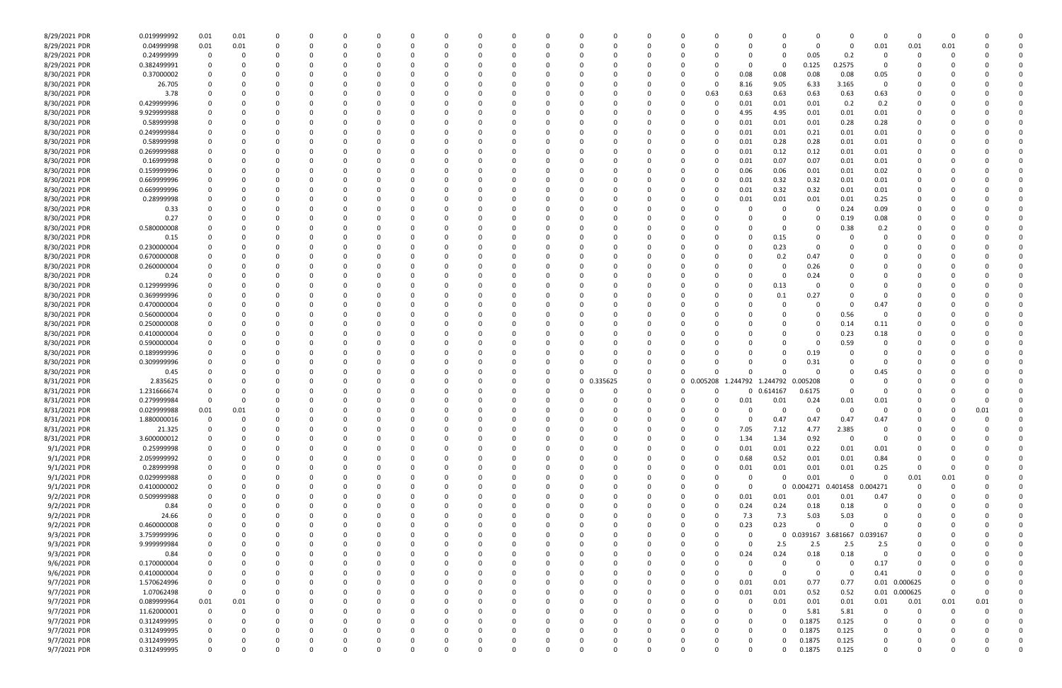| | | | | | | | | | | | | | | | | | | | | | | | | | | | | | |
|---|---|---|---|---|---|---|---|---|---|---|---|---|---|---|---|---|---|---|---|---|---|---|---|---|---|---|---|---|---|
| 8/29/2021 PDR | 0.019999992 | 0.01 | 0.01 | 0 | 0 | 0 | 0 | 0 | 0 | 0 | 0 | 0 | 0 | 0 | 0 | 0 | 0 | 0 | 0 | 0 | 0 | 0 | 0 | 0 | 0 | 0 | 0 | 0 | 0 |
| 8/29/2021 PDR | 0.04999998 | 0.01 | 0.01 | 0 | 0 | 0 | 0 | 0 | 0 | 0 | 0 | 0 | 0 | 0 | 0 | 0 | 0 | 0 | 0 | 0 | 0 | 0 | 0.01 | 0.01 | 0.01 | 0 | 0 |
| 8/29/2021 PDR | 0.24999999 | 0 | 0 | 0 | 0 | 0 | 0 | 0 | 0 | 0 | 0 | 0 | 0 | 0 | 0 | 0 | 0 | 0 | 0 | 0 | 0 | 0 | 0.05 | 0.2 | 0 | 0 | 0 | 0 | 0 |
| 8/29/2021 PDR | 0.382499991 | 0 | 0 | 0 | 0 | 0 | 0 | 0 | 0 | 0 | 0 | 0 | 0 | 0 | 0 | 0 | 0 | 0 | 0 | 0 | 0 | 0 | 0.125 | 0.2575 | 0 | 0 | 0 | 0 | 0 |
| 8/30/2021 PDR | 0.37000002 | 0 | 0 | 0 | 0 | 0 | 0 | 0 | 0 | 0 | 0 | 0 | 0 | 0 | 0 | 0 | 0 | 0 | 0 | 0 | 0.08 | 0.08 | 0.08 | 0.08 | 0.05 | 0 | 0 | 0 | 0 |
| 8/30/2021 PDR | 26.705 | 0 | 0 | 0 | 0 | 0 | 0 | 0 | 0 | 0 | 0 | 0 | 0 | 0 | 0 | 0 | 0 | 0 | 0 | 0 | 8.16 | 9.05 | 6.33 | 3.165 | 0 | 0 | 0 | 0 | 0 |
| 8/30/2021 PDR | 3.78 | 0 | 0 | 0 | 0 | 0 | 0 | 0 | 0 | 0 | 0 | 0 | 0 | 0 | 0 | 0 | 0 | 0 | 0 | 0.63 | 0.63 | 0.63 | 0.63 | 0.63 | 0.63 | 0 | 0 | 0 | 0 |
| 8/30/2021 PDR | 0.429999996 | 0 | 0 | 0 | 0 | 0 | 0 | 0 | 0 | 0 | 0 | 0 | 0 | 0 | 0 | 0 | 0 | 0 | 0 | 0 | 0.01 | 0.01 | 0.01 | 0.2 | 0.2 | 0 | 0 | 0 | 0 |
| 8/30/2021 PDR | 9.929999988 | 0 | 0 | 0 | 0 | 0 | 0 | 0 | 0 | 0 | 0 | 0 | 0 | 0 | 0 | 0 | 0 | 0 | 0 | 0 | 4.95 | 4.95 | 0.01 | 0.01 | 0.01 | 0 | 0 | 0 | 0 |
| 8/30/2021 PDR | 0.58999998 | 0 | 0 | 0 | 0 | 0 | 0 | 0 | 0 | 0 | 0 | 0 | 0 | 0 | 0 | 0 | 0 | 0 | 0 | 0 | 0.01 | 0.01 | 0.01 | 0.28 | 0.28 | 0 | 0 | 0 | 0 |
| 8/30/2021 PDR | 0.249999984 | 0 | 0 | 0 | 0 | 0 | 0 | 0 | 0 | 0 | 0 | 0 | 0 | 0 | 0 | 0 | 0 | 0 | 0 | 0 | 0.01 | 0.01 | 0.21 | 0.01 | 0.01 | 0 | 0 | 0 | 0 |
| 8/30/2021 PDR | 0.58999998 | 0 | 0 | 0 | 0 | 0 | 0 | 0 | 0 | 0 | 0 | 0 | 0 | 0 | 0 | 0 | 0 | 0 | 0 | 0 | 0.01 | 0.28 | 0.28 | 0.01 | 0.01 | 0 | 0 | 0 | 0 |
| 8/30/2021 PDR | 0.269999988 | 0 | 0 | 0 | 0 | 0 | 0 | 0 | 0 | 0 | 0 | 0 | 0 | 0 | 0 | 0 | 0 | 0 | 0 | 0 | 0.01 | 0.12 | 0.12 | 0.01 | 0.01 | 0 | 0 | 0 | 0 |
| 8/30/2021 PDR | 0.16999998 | 0 | 0 | 0 | 0 | 0 | 0 | 0 | 0 | 0 | 0 | 0 | 0 | 0 | 0 | 0 | 0 | 0 | 0 | 0 | 0.01 | 0.07 | 0.07 | 0.01 | 0.01 | 0 | 0 | 0 | 0 |
| 8/30/2021 PDR | 0.159999996 | 0 | 0 | 0 | 0 | 0 | 0 | 0 | 0 | 0 | 0 | 0 | 0 | 0 | 0 | 0 | 0 | 0 | 0 | 0 | 0.06 | 0.06 | 0.01 | 0.01 | 0.02 | 0 | 0 | 0 | 0 |
| 8/30/2021 PDR | 0.669999996 | 0 | 0 | 0 | 0 | 0 | 0 | 0 | 0 | 0 | 0 | 0 | 0 | 0 | 0 | 0 | 0 | 0 | 0 | 0 | 0.01 | 0.32 | 0.32 | 0.01 | 0.01 | 0 | 0 | 0 | 0 |
| 8/30/2021 PDR | 0.669999996 | 0 | 0 | 0 | 0 | 0 | 0 | 0 | 0 | 0 | 0 | 0 | 0 | 0 | 0 | 0 | 0 | 0 | 0 | 0 | 0.01 | 0.32 | 0.32 | 0.01 | 0.01 | 0 | 0 | 0 | 0 |
| 8/30/2021 PDR | 0.28999998 | 0 | 0 | 0 | 0 | 0 | 0 | 0 | 0 | 0 | 0 | 0 | 0 | 0 | 0 | 0 | 0 | 0 | 0 | 0 | 0.01 | 0.01 | 0.01 | 0.01 | 0.25 | 0 | 0 | 0 | 0 |
| 8/30/2021 PDR | 0.33 | 0 | 0 | 0 | 0 | 0 | 0 | 0 | 0 | 0 | 0 | 0 | 0 | 0 | 0 | 0 | 0 | 0 | 0 | 0 | 0 | 0 | 0 | 0.24 | 0.09 | 0 | 0 | 0 | 0 |
| 8/30/2021 PDR | 0.27 | 0 | 0 | 0 | 0 | 0 | 0 | 0 | 0 | 0 | 0 | 0 | 0 | 0 | 0 | 0 | 0 | 0 | 0 | 0 | 0 | 0 | 0 | 0.19 | 0.08 | 0 | 0 | 0 | 0 |
| 8/30/2021 PDR | 0.580000008 | 0 | 0 | 0 | 0 | 0 | 0 | 0 | 0 | 0 | 0 | 0 | 0 | 0 | 0 | 0 | 0 | 0 | 0 | 0 | 0 | 0 | 0 | 0.38 | 0.2 | 0 | 0 | 0 | 0 |
| 8/30/2021 PDR | 0.15 | 0 | 0 | 0 | 0 | 0 | 0 | 0 | 0 | 0 | 0 | 0 | 0 | 0 | 0 | 0 | 0 | 0 | 0 | 0 | 0 | 0.15 | 0 | 0 | 0 | 0 | 0 | 0 | 0 |
| 8/30/2021 PDR | 0.230000004 | 0 | 0 | 0 | 0 | 0 | 0 | 0 | 0 | 0 | 0 | 0 | 0 | 0 | 0 | 0 | 0 | 0 | 0 | 0 | 0 | 0.23 | 0 | 0 | 0 | 0 | 0 | 0 | 0 |
| 8/30/2021 PDR | 0.670000008 | 0 | 0 | 0 | 0 | 0 | 0 | 0 | 0 | 0 | 0 | 0 | 0 | 0 | 0 | 0 | 0 | 0 | 0 | 0 | 0 | 0.2 | 0.47 | 0 | 0 | 0 | 0 | 0 | 0 |
| 8/30/2021 PDR | 0.260000004 | 0 | 0 | 0 | 0 | 0 | 0 | 0 | 0 | 0 | 0 | 0 | 0 | 0 | 0 | 0 | 0 | 0 | 0 | 0 | 0 | 0 | 0.26 | 0 | 0 | 0 | 0 | 0 | 0 |
| 8/30/2021 PDR | 0.24 | 0 | 0 | 0 | 0 | 0 | 0 | 0 | 0 | 0 | 0 | 0 | 0 | 0 | 0 | 0 | 0 | 0 | 0 | 0 | 0 | 0 | 0.24 | 0 | 0 | 0 | 0 | 0 | 0 |
| 8/30/2021 PDR | 0.129999996 | 0 | 0 | 0 | 0 | 0 | 0 | 0 | 0 | 0 | 0 | 0 | 0 | 0 | 0 | 0 | 0 | 0 | 0 | 0 | 0 | 0.13 | 0 | 0 | 0 | 0 | 0 | 0 | 0 |
| 8/30/2021 PDR | 0.369999996 | 0 | 0 | 0 | 0 | 0 | 0 | 0 | 0 | 0 | 0 | 0 | 0 | 0 | 0 | 0 | 0 | 0 | 0 | 0 | 0 | 0.1 | 0.27 | 0 | 0 | 0 | 0 | 0 | 0 |
| 8/30/2021 PDR | 0.470000004 | 0 | 0 | 0 | 0 | 0 | 0 | 0 | 0 | 0 | 0 | 0 | 0 | 0 | 0 | 0 | 0 | 0 | 0 | 0 | 0 | 0 | 0 | 0 | 0.47 | 0 | 0 | 0 | 0 |
| 8/30/2021 PDR | 0.560000004 | 0 | 0 | 0 | 0 | 0 | 0 | 0 | 0 | 0 | 0 | 0 | 0 | 0 | 0 | 0 | 0 | 0 | 0 | 0 | 0 | 0 | 0 | 0.56 | 0 | 0 | 0 | 0 | 0 |
| 8/30/2021 PDR | 0.250000008 | 0 | 0 | 0 | 0 | 0 | 0 | 0 | 0 | 0 | 0 | 0 | 0 | 0 | 0 | 0 | 0 | 0 | 0 | 0 | 0 | 0 | 0 | 0.14 | 0.11 | 0 | 0 | 0 | 0 |
| 8/30/2021 PDR | 0.410000004 | 0 | 0 | 0 | 0 | 0 | 0 | 0 | 0 | 0 | 0 | 0 | 0 | 0 | 0 | 0 | 0 | 0 | 0 | 0 | 0 | 0 | 0 | 0.23 | 0.18 | 0 | 0 | 0 | 0 |
| 8/30/2021 PDR | 0.590000004 | 0 | 0 | 0 | 0 | 0 | 0 | 0 | 0 | 0 | 0 | 0 | 0 | 0 | 0 | 0 | 0 | 0 | 0 | 0 | 0 | 0 | 0 | 0.59 | 0 | 0 | 0 | 0 | 0 |
| 8/30/2021 PDR | 0.189999996 | 0 | 0 | 0 | 0 | 0 | 0 | 0 | 0 | 0 | 0 | 0 | 0 | 0 | 0 | 0 | 0 | 0 | 0 | 0 | 0 | 0 | 0.19 | 0 | 0 | 0 | 0 | 0 | 0 |
| 8/30/2021 PDR | 0.309999996 | 0 | 0 | 0 | 0 | 0 | 0 | 0 | 0 | 0 | 0 | 0 | 0 | 0 | 0 | 0 | 0 | 0 | 0 | 0 | 0 | 0 | 0.31 | 0 | 0 | 0 | 0 | 0 | 0 |
| 8/30/2021 PDR | 0.45 | 0 | 0 | 0 | 0 | 0 | 0 | 0 | 0 | 0 | 0 | 0 | 0 | 0 | 0 | 0 | 0 | 0 | 0 | 0 | 0 | 0 | 0 | 0 | 0.45 | 0 | 0 | 0 | 0 |
| 8/31/2021 PDR | 2.835625 | 0 | 0 | 0 | 0 | 0 | 0 | 0 | 0 | 0 | 0 | 0 | 0 | 0 | 0 | 0 | 0.335625 | 0 | 0 | 0.005208 | 1.244792 | 1.244792 | 0.005208 | 0 | 0 | 0 | 0 | 0 | 0 |
| 8/31/2021 PDR | 1.231666674 | 0 | 0 | 0 | 0 | 0 | 0 | 0 | 0 | 0 | 0 | 0 | 0 | 0 | 0 | 0 | 0 | 0 | 0 | 0 | 0 | 0.614167 | 0.6175 | 0 | 0 | 0 | 0 | 0 | 0 |
| 8/31/2021 PDR | 0.279999984 | 0 | 0 | 0 | 0 | 0 | 0 | 0 | 0 | 0 | 0 | 0 | 0 | 0 | 0 | 0 | 0 | 0 | 0 | 0 | 0.01 | 0.01 | 0.24 | 0.01 | 0.01 | 0 | 0 | 0 | 0 |
| 8/31/2021 PDR | 0.029999988 | 0.01 | 0.01 | 0 | 0 | 0 | 0 | 0 | 0 | 0 | 0 | 0 | 0 | 0 | 0 | 0 | 0 | 0 | 0 | 0 | 0 | 0 | 0 | 0 | 0 | 0 | 0 | 0.01 | 0 |
| 8/31/2021 PDR | 1.880000016 | 0 | 0 | 0 | 0 | 0 | 0 | 0 | 0 | 0 | 0 | 0 | 0 | 0 | 0 | 0 | 0 | 0 | 0 | 0 | 0 | 0.47 | 0.47 | 0.47 | 0.47 | 0 | 0 | 0 | 0 |
| 8/31/2021 PDR | 21.325 | 0 | 0 | 0 | 0 | 0 | 0 | 0 | 0 | 0 | 0 | 0 | 0 | 0 | 0 | 0 | 0 | 0 | 0 | 0 | 7.05 | 7.12 | 4.77 | 2.385 | 0 | 0 | 0 | 0 | 0 |
| 8/31/2021 PDR | 3.600000012 | 0 | 0 | 0 | 0 | 0 | 0 | 0 | 0 | 0 | 0 | 0 | 0 | 0 | 0 | 0 | 0 | 0 | 0 | 0 | 1.34 | 1.34 | 0.92 | 0 | 0 | 0 | 0 | 0 | 0 |
| 9/1/2021 PDR | 0.25999998 | 0 | 0 | 0 | 0 | 0 | 0 | 0 | 0 | 0 | 0 | 0 | 0 | 0 | 0 | 0 | 0 | 0 | 0 | 0 | 0.01 | 0.01 | 0.22 | 0.01 | 0.01 | 0 | 0 | 0 | 0 |
| 9/1/2021 PDR | 2.059999992 | 0 | 0 | 0 | 0 | 0 | 0 | 0 | 0 | 0 | 0 | 0 | 0 | 0 | 0 | 0 | 0 | 0 | 0 | 0 | 0.68 | 0.52 | 0.01 | 0.01 | 0.84 | 0 | 0 | 0 | 0 |
| 9/1/2021 PDR | 0.28999998 | 0 | 0 | 0 | 0 | 0 | 0 | 0 | 0 | 0 | 0 | 0 | 0 | 0 | 0 | 0 | 0 | 0 | 0 | 0 | 0.01 | 0.01 | 0.01 | 0.01 | 0.25 | 0 | 0 | 0 | 0 |
| 9/1/2021 PDR | 0.029999988 | 0 | 0 | 0 | 0 | 0 | 0 | 0 | 0 | 0 | 0 | 0 | 0 | 0 | 0 | 0 | 0 | 0 | 0 | 0 | 0 | 0 | 0.01 | 0 | 0 | 0.01 | 0.01 | 0 | 0 |
| 9/1/2021 PDR | 0.410000002 | 0 | 0 | 0 | 0 | 0 | 0 | 0 | 0 | 0 | 0 | 0 | 0 | 0 | 0 | 0 | 0 | 0 | 0 | 0 | 0 | 0 | 0.004271 | 0.401458 | 0.004271 | 0 | 0 | 0 | 0 |
| 9/2/2021 PDR | 0.509999988 | 0 | 0 | 0 | 0 | 0 | 0 | 0 | 0 | 0 | 0 | 0 | 0 | 0 | 0 | 0 | 0 | 0 | 0 | 0 | 0.01 | 0.01 | 0.01 | 0.01 | 0.47 | 0 | 0 | 0 | 0 |
| 9/2/2021 PDR | 0.84 | 0 | 0 | 0 | 0 | 0 | 0 | 0 | 0 | 0 | 0 | 0 | 0 | 0 | 0 | 0 | 0 | 0 | 0 | 0 | 0.24 | 0.24 | 0.18 | 0.18 | 0 | 0 | 0 | 0 | 0 |
| 9/2/2021 PDR | 24.66 | 0 | 0 | 0 | 0 | 0 | 0 | 0 | 0 | 0 | 0 | 0 | 0 | 0 | 0 | 0 | 0 | 0 | 0 | 0 | 7.3 | 7.3 | 5.03 | 5.03 | 0 | 0 | 0 | 0 | 0 |
| 9/2/2021 PDR | 0.460000008 | 0 | 0 | 0 | 0 | 0 | 0 | 0 | 0 | 0 | 0 | 0 | 0 | 0 | 0 | 0 | 0 | 0 | 0 | 0 | 0.23 | 0.23 | 0 | 0 | 0 | 0 | 0 | 0 | 0 |
| 9/3/2021 PDR | 3.759999996 | 0 | 0 | 0 | 0 | 0 | 0 | 0 | 0 | 0 | 0 | 0 | 0 | 0 | 0 | 0 | 0 | 0 | 0 | 0 | 0 | 0 | 0.039167 | 3.681667 | 0.039167 | 0 | 0 | 0 | 0 |
| 9/3/2021 PDR | 9.999999984 | 0 | 0 | 0 | 0 | 0 | 0 | 0 | 0 | 0 | 0 | 0 | 0 | 0 | 0 | 0 | 0 | 0 | 0 | 0 | 0 | 2.5 | 2.5 | 2.5 | 2.5 | 0 | 0 | 0 | 0 |
| 9/3/2021 PDR | 0.84 | 0 | 0 | 0 | 0 | 0 | 0 | 0 | 0 | 0 | 0 | 0 | 0 | 0 | 0 | 0 | 0 | 0 | 0 | 0 | 0.24 | 0.24 | 0.18 | 0.18 | 0 | 0 | 0 | 0 | 0 |
| 9/6/2021 PDR | 0.170000004 | 0 | 0 | 0 | 0 | 0 | 0 | 0 | 0 | 0 | 0 | 0 | 0 | 0 | 0 | 0 | 0 | 0 | 0 | 0 | 0 | 0 | 0 | 0 | 0.17 | 0 | 0 | 0 | 0 |
| 9/6/2021 PDR | 0.410000004 | 0 | 0 | 0 | 0 | 0 | 0 | 0 | 0 | 0 | 0 | 0 | 0 | 0 | 0 | 0 | 0 | 0 | 0 | 0 | 0 | 0 | 0 | 0 | 0.41 | 0 | 0 | 0 | 0 |
| 9/7/2021 PDR | 1.570624996 | 0 | 0 | 0 | 0 | 0 | 0 | 0 | 0 | 0 | 0 | 0 | 0 | 0 | 0 | 0 | 0 | 0 | 0 | 0 | 0.01 | 0.01 | 0.77 | 0.77 | 0.01 | 0.000625 | 0 | 0 | 0 |
| 9/7/2021 PDR | 1.07062498 | 0 | 0 | 0 | 0 | 0 | 0 | 0 | 0 | 0 | 0 | 0 | 0 | 0 | 0 | 0 | 0 | 0 | 0 | 0 | 0.01 | 0.01 | 0.52 | 0.52 | 0.01 | 0.000625 | 0 | 0 | 0 |
| 9/7/2021 PDR | 0.089999964 | 0.01 | 0.01 | 0 | 0 | 0 | 0 | 0 | 0 | 0 | 0 | 0 | 0 | 0 | 0 | 0 | 0 | 0 | 0 | 0 | 0 | 0.01 | 0.01 | 0.01 | 0.01 | 0.01 | 0.01 | 0.01 | 0 |
| 9/7/2021 PDR | 11.62000001 | 0 | 0 | 0 | 0 | 0 | 0 | 0 | 0 | 0 | 0 | 0 | 0 | 0 | 0 | 0 | 0 | 0 | 0 | 0 | 0 | 0 | 5.81 | 5.81 | 0 | 0 | 0 | 0 | 0 |
| 9/7/2021 PDR | 0.312499995 | 0 | 0 | 0 | 0 | 0 | 0 | 0 | 0 | 0 | 0 | 0 | 0 | 0 | 0 | 0 | 0 | 0 | 0 | 0 | 0 | 0 | 0.1875 | 0.125 | 0 | 0 | 0 | 0 | 0 |
| 9/7/2021 PDR | 0.312499995 | 0 | 0 | 0 | 0 | 0 | 0 | 0 | 0 | 0 | 0 | 0 | 0 | 0 | 0 | 0 | 0 | 0 | 0 | 0 | 0 | 0 | 0.1875 | 0.125 | 0 | 0 | 0 | 0 | 0 |
| 9/7/2021 PDR | 0.312499995 | 0 | 0 | 0 | 0 | 0 | 0 | 0 | 0 | 0 | 0 | 0 | 0 | 0 | 0 | 0 | 0 | 0 | 0 | 0 | 0 | 0 | 0.1875 | 0.125 | 0 | 0 | 0 | 0 | 0 |
| 9/7/2021 PDR | 0.312499995 | 0 | 0 | 0 | 0 | 0 | 0 | 0 | 0 | 0 | 0 | 0 | 0 | 0 | 0 | 0 | 0 | 0 | 0 | 0 | 0 | 0 | 0.1875 | 0.125 | 0 | 0 | 0 | 0 | 0 |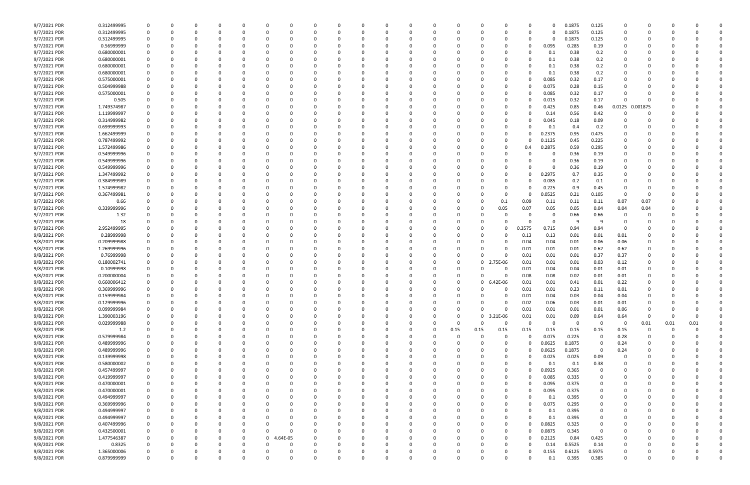| | | | | | | | | | | | | | | | | | | | | | | | | | | | | | |
|---|---|---|---|---|---|---|---|---|---|---|---|---|---|---|---|---|---|---|---|---|---|---|---|---|---|---|---|---|---|
| 9/7/2021 PDR | 0.312499995 | 0 | 0 | 0 | 0 | 0 | 0 | 0 | 0 | 0 | 0 | 0 | 0 | 0 | 0 | 0 | 0 | 0 | 0 | 0 | 0 | 0 | 0.1875 | 0.125 | 0 | 0 | 0 | 0 | 0 |
| 9/7/2021 PDR | 0.312499995 | 0 | 0 | 0 | 0 | 0 | 0 | 0 | 0 | 0 | 0 | 0 | 0 | 0 | 0 | 0 | 0 | 0 | 0 | 0 | 0 | 0 | 0.1875 | 0.125 | 0 | 0 | 0 | 0 | 0 |
| 9/7/2021 PDR | 0.312499995 | 0 | 0 | 0 | 0 | 0 | 0 | 0 | 0 | 0 | 0 | 0 | 0 | 0 | 0 | 0 | 0 | 0 | 0 | 0 | 0 | 0 | 0.1875 | 0.125 | 0 | 0 | 0 | 0 | 0 |
| 9/7/2021 PDR | 0.56999999 | 0 | 0 | 0 | 0 | 0 | 0 | 0 | 0 | 0 | 0 | 0 | 0 | 0 | 0 | 0 | 0 | 0 | 0 | 0 | 0 | 0.095 | 0.285 | 0.19 | 0 | 0 | 0 | 0 | 0 |
| 9/7/2021 PDR | 0.680000001 | 0 | 0 | 0 | 0 | 0 | 0 | 0 | 0 | 0 | 0 | 0 | 0 | 0 | 0 | 0 | 0 | 0 | 0 | 0 | 0 | 0.1 | 0.38 | 0.2 | 0 | 0 | 0 | 0 | 0 |
| 9/7/2021 PDR | 0.680000001 | 0 | 0 | 0 | 0 | 0 | 0 | 0 | 0 | 0 | 0 | 0 | 0 | 0 | 0 | 0 | 0 | 0 | 0 | 0 | 0 | 0.1 | 0.38 | 0.2 | 0 | 0 | 0 | 0 | 0 |
| 9/7/2021 PDR | 0.680000001 | 0 | 0 | 0 | 0 | 0 | 0 | 0 | 0 | 0 | 0 | 0 | 0 | 0 | 0 | 0 | 0 | 0 | 0 | 0 | 0 | 0.1 | 0.38 | 0.2 | 0 | 0 | 0 | 0 | 0 |
| 9/7/2021 PDR | 0.680000001 | 0 | 0 | 0 | 0 | 0 | 0 | 0 | 0 | 0 | 0 | 0 | 0 | 0 | 0 | 0 | 0 | 0 | 0 | 0 | 0 | 0.1 | 0.38 | 0.2 | 0 | 0 | 0 | 0 | 0 |
| 9/7/2021 PDR | 0.575000001 | 0 | 0 | 0 | 0 | 0 | 0 | 0 | 0 | 0 | 0 | 0 | 0 | 0 | 0 | 0 | 0 | 0 | 0 | 0 | 0 | 0.085 | 0.32 | 0.17 | 0 | 0 | 0 | 0 | 0 |
| 9/7/2021 PDR | 0.504999988 | 0 | 0 | 0 | 0 | 0 | 0 | 0 | 0 | 0 | 0 | 0 | 0 | 0 | 0 | 0 | 0 | 0 | 0 | 0 | 0 | 0.075 | 0.28 | 0.15 | 0 | 0 | 0 | 0 | 0 |
| 9/7/2021 PDR | 0.575000001 | 0 | 0 | 0 | 0 | 0 | 0 | 0 | 0 | 0 | 0 | 0 | 0 | 0 | 0 | 0 | 0 | 0 | 0 | 0 | 0 | 0.085 | 0.32 | 0.17 | 0 | 0 | 0 | 0 | 0 |
| 9/7/2021 PDR | 0.505 | 0 | 0 | 0 | 0 | 0 | 0 | 0 | 0 | 0 | 0 | 0 | 0 | 0 | 0 | 0 | 0 | 0 | 0 | 0 | 0 | 0.015 | 0.32 | 0.17 | 0 | 0 | 0 | 0 | 0 |
| 9/7/2021 PDR | 1.749374987 | 0 | 0 | 0 | 0 | 0 | 0 | 0 | 0 | 0 | 0 | 0 | 0 | 0 | 0 | 0 | 0 | 0 | 0 | 0 | 0 | 0.425 | 0.85 | 0.46 | 0.0125 | 0.001875 | 0 | 0 | 0 |
| 9/7/2021 PDR | 1.119999997 | 0 | 0 | 0 | 0 | 0 | 0 | 0 | 0 | 0 | 0 | 0 | 0 | 0 | 0 | 0 | 0 | 0 | 0 | 0 | 0 | 0.14 | 0.56 | 0.42 | 0 | 0 | 0 | 0 | 0 |
| 9/7/2021 PDR | 0.314999982 | 0 | 0 | 0 | 0 | 0 | 0 | 0 | 0 | 0 | 0 | 0 | 0 | 0 | 0 | 0 | 0 | 0 | 0 | 0 | 0 | 0.045 | 0.18 | 0.09 | 0 | 0 | 0 | 0 | 0 |
| 9/7/2021 PDR | 0.699999993 | 0 | 0 | 0 | 0 | 0 | 0 | 0 | 0 | 0 | 0 | 0 | 0 | 0 | 0 | 0 | 0 | 0 | 0 | 0 | 0 | 0.1 | 0.4 | 0.2 | 0 | 0 | 0 | 0 | 0 |
| 9/7/2021 PDR | 1.662499999 | 0 | 0 | 0 | 0 | 0 | 0 | 0 | 0 | 0 | 0 | 0 | 0 | 0 | 0 | 0 | 0 | 0 | 0 | 0 | 0 | 0.2375 | 0.95 | 0.475 | 0 | 0 | 0 | 0 | 0 |
| 9/7/2021 PDR | 0.787499992 | 0 | 0 | 0 | 0 | 0 | 0 | 0 | 0 | 0 | 0 | 0 | 0 | 0 | 0 | 0 | 0 | 0 | 0 | 0 | 0 | 0.1125 | 0.45 | 0.225 | 0 | 0 | 0 | 0 | 0 |
| 9/7/2021 PDR | 1.572499986 | 0 | 0 | 0 | 0 | 0 | 0 | 0 | 0 | 0 | 0 | 0 | 0 | 0 | 0 | 0 | 0 | 0 | 0 | 0 | 0.4 | 0.2875 | 0.59 | 0.295 | 0 | 0 | 0 | 0 | 0 |
| 9/7/2021 PDR | 0.549999996 | 0 | 0 | 0 | 0 | 0 | 0 | 0 | 0 | 0 | 0 | 0 | 0 | 0 | 0 | 0 | 0 | 0 | 0 | 0 | 0 | 0 | 0.36 | 0.19 | 0 | 0 | 0 | 0 | 0 |
| 9/7/2021 PDR | 0.549999996 | 0 | 0 | 0 | 0 | 0 | 0 | 0 | 0 | 0 | 0 | 0 | 0 | 0 | 0 | 0 | 0 | 0 | 0 | 0 | 0 | 0 | 0.36 | 0.19 | 0 | 0 | 0 | 0 | 0 |
| 9/7/2021 PDR | 0.549999996 | 0 | 0 | 0 | 0 | 0 | 0 | 0 | 0 | 0 | 0 | 0 | 0 | 0 | 0 | 0 | 0 | 0 | 0 | 0 | 0 | 0 | 0.36 | 0.19 | 0 | 0 | 0 | 0 | 0 |
| 9/7/2021 PDR | 1.347499992 | 0 | 0 | 0 | 0 | 0 | 0 | 0 | 0 | 0 | 0 | 0 | 0 | 0 | 0 | 0 | 0 | 0 | 0 | 0 | 0 | 0.2975 | 0.7 | 0.35 | 0 | 0 | 0 | 0 | 0 |
| 9/7/2021 PDR | 0.384999989 | 0 | 0 | 0 | 0 | 0 | 0 | 0 | 0 | 0 | 0 | 0 | 0 | 0 | 0 | 0 | 0 | 0 | 0 | 0 | 0 | 0.085 | 0.2 | 0.1 | 0 | 0 | 0 | 0 | 0 |
| 9/7/2021 PDR | 1.574999982 | 0 | 0 | 0 | 0 | 0 | 0 | 0 | 0 | 0 | 0 | 0 | 0 | 0 | 0 | 0 | 0 | 0 | 0 | 0 | 0 | 0.225 | 0.9 | 0.45 | 0 | 0 | 0 | 0 | 0 |
| 9/7/2021 PDR | 0.367499981 | 0 | 0 | 0 | 0 | 0 | 0 | 0 | 0 | 0 | 0 | 0 | 0 | 0 | 0 | 0 | 0 | 0 | 0 | 0 | 0 | 0.0525 | 0.21 | 0.105 | 0 | 0 | 0 | 0 | 0 |
| 9/7/2021 PDR | 0.66 | 0 | 0 | 0 | 0 | 0 | 0 | 0 | 0 | 0 | 0 | 0 | 0 | 0 | 0 | 0 | 0 | 0 | 0 | 0.1 | 0.09 | 0.11 | 0.11 | 0.11 | 0.07 | 0.07 | 0 | 0 | 0 |
| 9/7/2021 PDR | 0.339999996 | 0 | 0 | 0 | 0 | 0 | 0 | 0 | 0 | 0 | 0 | 0 | 0 | 0 | 0 | 0 | 0 | 0 | 0 | 0.05 | 0.07 | 0.05 | 0.05 | 0.04 | 0.04 | 0.04 | 0 | 0 | 0 |
| 9/7/2021 PDR | 1.32 | 0 | 0 | 0 | 0 | 0 | 0 | 0 | 0 | 0 | 0 | 0 | 0 | 0 | 0 | 0 | 0 | 0 | 0 | 0 | 0 | 0 | 0.66 | 0.66 | 0 | 0 | 0 | 0 | 0 |
| 9/7/2021 PDR | 18 | 0 | 0 | 0 | 0 | 0 | 0 | 0 | 0 | 0 | 0 | 0 | 0 | 0 | 0 | 0 | 0 | 0 | 0 | 0 | 0 | 0 | 9 | 9 | 0 | 0 | 0 | 0 | 0 |
| 9/7/2021 PDR | 2.952499995 | 0 | 0 | 0 | 0 | 0 | 0 | 0 | 0 | 0 | 0 | 0 | 0 | 0 | 0 | 0 | 0 | 0 | 0 | 0 | 0.3575 | 0.715 | 0.94 | 0.94 | 0 | 0 | 0 | 0 | 0 |
| 9/8/2021 PDR | 0.28999998 | 0 | 0 | 0 | 0 | 0 | 0 | 0 | 0 | 0 | 0 | 0 | 0 | 0 | 0 | 0 | 0 | 0 | 0 | 0 | 0.13 | 0.13 | 0.01 | 0.01 | 0.01 | 0 | 0 | 0 | 0 |
| 9/8/2021 PDR | 0.209999988 | 0 | 0 | 0 | 0 | 0 | 0 | 0 | 0 | 0 | 0 | 0 | 0 | 0 | 0 | 0 | 0 | 0 | 0 | 0 | 0.04 | 0.04 | 0.01 | 0.06 | 0.06 | 0 | 0 | 0 | 0 |
| 9/8/2021 PDR | 1.269999996 | 0 | 0 | 0 | 0 | 0 | 0 | 0 | 0 | 0 | 0 | 0 | 0 | 0 | 0 | 0 | 0 | 0 | 0 | 0 | 0.01 | 0.01 | 0.01 | 0.62 | 0.62 | 0 | 0 | 0 | 0 |
| 9/8/2021 PDR | 0.76999998 | 0 | 0 | 0 | 0 | 0 | 0 | 0 | 0 | 0 | 0 | 0 | 0 | 0 | 0 | 0 | 0 | 0 | 0 | 0 | 0.01 | 0.01 | 0.01 | 0.37 | 0.37 | 0 | 0 | 0 | 0 |
| 9/8/2021 PDR | 0.180002741 | 0 | 0 | 0 | 0 | 0 | 0 | 0 | 0 | 0 | 0 | 0 | 0 | 0 | 0 | 0 | 0 | 0 | 0 | 2.75E-06 | 0.01 | 0.01 | 0.01 | 0.03 | 0.12 | 0 | 0 | 0 | 0 |
| 9/8/2021 PDR | 0.10999998 | 0 | 0 | 0 | 0 | 0 | 0 | 0 | 0 | 0 | 0 | 0 | 0 | 0 | 0 | 0 | 0 | 0 | 0 | 0 | 0.01 | 0.04 | 0.04 | 0.01 | 0.01 | 0 | 0 | 0 | 0 |
| 9/8/2021 PDR | 0.200000004 | 0 | 0 | 0 | 0 | 0 | 0 | 0 | 0 | 0 | 0 | 0 | 0 | 0 | 0 | 0 | 0 | 0 | 0 | 0 | 0.08 | 0.08 | 0.02 | 0.01 | 0.01 | 0 | 0 | 0 | 0 |
| 9/8/2021 PDR | 0.660006412 | 0 | 0 | 0 | 0 | 0 | 0 | 0 | 0 | 0 | 0 | 0 | 0 | 0 | 0 | 0 | 0 | 0 | 0 | 6.42E-06 | 0.01 | 0.01 | 0.41 | 0.01 | 0.22 | 0 | 0 | 0 | 0 |
| 9/8/2021 PDR | 0.369999996 | 0 | 0 | 0 | 0 | 0 | 0 | 0 | 0 | 0 | 0 | 0 | 0 | 0 | 0 | 0 | 0 | 0 | 0 | 0 | 0.01 | 0.01 | 0.23 | 0.11 | 0.01 | 0 | 0 | 0 | 0 |
| 9/8/2021 PDR | 0.159999984 | 0 | 0 | 0 | 0 | 0 | 0 | 0 | 0 | 0 | 0 | 0 | 0 | 0 | 0 | 0 | 0 | 0 | 0 | 0 | 0.01 | 0.04 | 0.03 | 0.04 | 0.04 | 0 | 0 | 0 | 0 |
| 9/8/2021 PDR | 0.129999996 | 0 | 0 | 0 | 0 | 0 | 0 | 0 | 0 | 0 | 0 | 0 | 0 | 0 | 0 | 0 | 0 | 0 | 0 | 0 | 0.02 | 0.06 | 0.03 | 0.01 | 0.01 | 0 | 0 | 0 | 0 |
| 9/8/2021 PDR | 0.099999984 | 0 | 0 | 0 | 0 | 0 | 0 | 0 | 0 | 0 | 0 | 0 | 0 | 0 | 0 | 0 | 0 | 0 | 0 | 0 | 0.01 | 0.01 | 0.01 | 0.01 | 0.06 | 0 | 0 | 0 | 0 |
| 9/8/2021 PDR | 1.390003196 | 0 | 0 | 0 | 0 | 0 | 0 | 0 | 0 | 0 | 0 | 0 | 0 | 0 | 0 | 0 | 0 | 0 | 0 | 3.21E-06 | 0.01 | 0.01 | 0.09 | 0.64 | 0.64 | 0 | 0 | 0 | 0 |
| 9/8/2021 PDR | 0.029999988 | 0 | 0 | 0 | 0 | 0 | 0 | 0 | 0 | 0 | 0 | 0 | 0 | 0 | 0 | 0 | 0 | 0 | 0 | 0 | 0 | 0 | 0 | 0 | 0 | 0.01 | 0.01 | 0.01 | 0 |
| 9/8/2021 PDR | 1.2 | 0 | 0 | 0 | 0 | 0 | 0 | 0 | 0 | 0 | 0 | 0 | 0 | 0 | 0 | 0 | 0 | 0 | 0.15 | 0.15 | 0.15 | 0.15 | 0.15 | 0.15 | 0.15 | 0 | 0 | 0 | 0 |
| 9/8/2021 PDR | 0.579999984 | 0 | 0 | 0 | 0 | 0 | 0 | 0 | 0 | 0 | 0 | 0 | 0 | 0 | 0 | 0 | 0 | 0 | 0 | 0 | 0 | 0.075 | 0.225 | 0 | 0.28 | 0 | 0 | 0 | 0 |
| 9/8/2021 PDR | 0.489999996 | 0 | 0 | 0 | 0 | 0 | 0 | 0 | 0 | 0 | 0 | 0 | 0 | 0 | 0 | 0 | 0 | 0 | 0 | 0 | 0 | 0.0625 | 0.1875 | 0 | 0.24 | 0 | 0 | 0 | 0 |
| 9/8/2021 PDR | 0.489999996 | 0 | 0 | 0 | 0 | 0 | 0 | 0 | 0 | 0 | 0 | 0 | 0 | 0 | 0 | 0 | 0 | 0 | 0 | 0 | 0 | 0.0625 | 0.1875 | 0 | 0.24 | 0 | 0 | 0 | 0 |
| 9/8/2021 PDR | 0.139999998 | 0 | 0 | 0 | 0 | 0 | 0 | 0 | 0 | 0 | 0 | 0 | 0 | 0 | 0 | 0 | 0 | 0 | 0 | 0 | 0 | 0.025 | 0.025 | 0.09 | 0 | 0 | 0 | 0 | 0 |
| 9/8/2021 PDR | 0.580000002 | 0 | 0 | 0 | 0 | 0 | 0 | 0 | 0 | 0 | 0 | 0 | 0 | 0 | 0 | 0 | 0 | 0 | 0 | 0 | 0 | 0.1 | 0.1 | 0.38 | 0 | 0 | 0 | 0 | 0 |
| 9/8/2021 PDR | 0.457499997 | 0 | 0 | 0 | 0 | 0 | 0 | 0 | 0 | 0 | 0 | 0 | 0 | 0 | 0 | 0 | 0 | 0 | 0 | 0 | 0 | 0.0925 | 0.365 | 0 | 0 | 0 | 0 | 0 | 0 |
| 9/8/2021 PDR | 0.419999997 | 0 | 0 | 0 | 0 | 0 | 0 | 0 | 0 | 0 | 0 | 0 | 0 | 0 | 0 | 0 | 0 | 0 | 0 | 0 | 0 | 0.085 | 0.335 | 0 | 0 | 0 | 0 | 0 | 0 |
| 9/8/2021 PDR | 0.470000001 | 0 | 0 | 0 | 0 | 0 | 0 | 0 | 0 | 0 | 0 | 0 | 0 | 0 | 0 | 0 | 0 | 0 | 0 | 0 | 0 | 0.095 | 0.375 | 0 | 0 | 0 | 0 | 0 | 0 |
| 9/8/2021 PDR | 0.470000001 | 0 | 0 | 0 | 0 | 0 | 0 | 0 | 0 | 0 | 0 | 0 | 0 | 0 | 0 | 0 | 0 | 0 | 0 | 0 | 0 | 0.095 | 0.375 | 0 | 0 | 0 | 0 | 0 | 0 |
| 9/8/2021 PDR | 0.494999997 | 0 | 0 | 0 | 0 | 0 | 0 | 0 | 0 | 0 | 0 | 0 | 0 | 0 | 0 | 0 | 0 | 0 | 0 | 0 | 0 | 0.1 | 0.395 | 0 | 0 | 0 | 0 | 0 | 0 |
| 9/8/2021 PDR | 0.369999996 | 0 | 0 | 0 | 0 | 0 | 0 | 0 | 0 | 0 | 0 | 0 | 0 | 0 | 0 | 0 | 0 | 0 | 0 | 0 | 0 | 0.075 | 0.295 | 0 | 0 | 0 | 0 | 0 | 0 |
| 9/8/2021 PDR | 0.494999997 | 0 | 0 | 0 | 0 | 0 | 0 | 0 | 0 | 0 | 0 | 0 | 0 | 0 | 0 | 0 | 0 | 0 | 0 | 0 | 0 | 0.1 | 0.395 | 0 | 0 | 0 | 0 | 0 | 0 |
| 9/8/2021 PDR | 0.494999997 | 0 | 0 | 0 | 0 | 0 | 0 | 0 | 0 | 0 | 0 | 0 | 0 | 0 | 0 | 0 | 0 | 0 | 0 | 0 | 0 | 0.1 | 0.395 | 0 | 0 | 0 | 0 | 0 | 0 |
| 9/8/2021 PDR | 0.407499996 | 0 | 0 | 0 | 0 | 0 | 0 | 0 | 0 | 0 | 0 | 0 | 0 | 0 | 0 | 0 | 0 | 0 | 0 | 0 | 0 | 0.0825 | 0.325 | 0 | 0 | 0 | 0 | 0 | 0 |
| 9/8/2021 PDR | 0.432500001 | 0 | 0 | 0 | 0 | 0 | 0 | 0 | 0 | 0 | 0 | 0 | 0 | 0 | 0 | 0 | 0 | 0 | 0 | 0 | 0 | 0.0875 | 0.345 | 0 | 0 | 0 | 0 | 0 | 0 |
| 9/8/2021 PDR | 1.477546387 | 0 | 0 | 0 | 0 | 0 | 0 | 0 | 4.64E-05 | 0 | 0 | 0 | 0 | 0 | 0 | 0 | 0 | 0 | 0 | 0 | 0 | 0.2125 | 0.84 | 0.425 | 0 | 0 | 0 | 0 | 0 |
| 9/8/2021 PDR | 0.8325 | 0 | 0 | 0 | 0 | 0 | 0 | 0 | 0 | 0 | 0 | 0 | 0 | 0 | 0 | 0 | 0 | 0 | 0 | 0 | 0 | 0.14 | 0.5525 | 0.14 | 0 | 0 | 0 | 0 | 0 |
| 9/8/2021 PDR | 1.365000006 | 0 | 0 | 0 | 0 | 0 | 0 | 0 | 0 | 0 | 0 | 0 | 0 | 0 | 0 | 0 | 0 | 0 | 0 | 0 | 0 | 0.155 | 0.6125 | 0.5975 | 0 | 0 | 0 | 0 | 0 |
| 9/8/2021 PDR | 0.879999999 | 0 | 0 | 0 | 0 | 0 | 0 | 0 | 0 | 0 | 0 | 0 | 0 | 0 | 0 | 0 | 0 | 0 | 0 | 0 | 0 | 0.1 | 0.395 | 0.385 | 0 | 0 | 0 | 0 | 0 |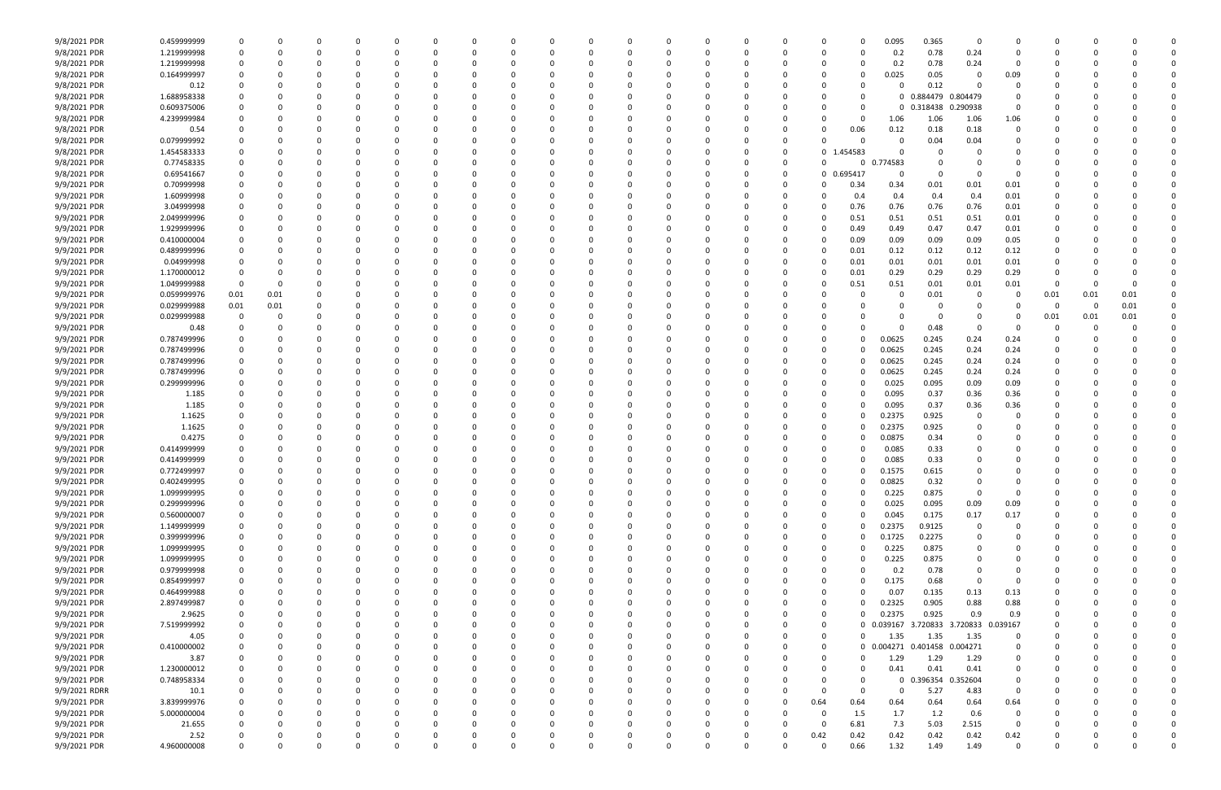| | | | | | | | | | | | | | | | | | | | | | | | | | | | | |
|---|---|---|---|---|---|---|---|---|---|---|---|---|---|---|---|---|---|---|---|---|---|---|---|---|---|---|---|---|
| 9/8/2021 PDR | 0.459999999 | 0 | 0 | 0 | 0 | 0 | 0 | 0 | 0 | 0 | 0 | 0 | 0 | 0 | 0 | 0 | 0 | 0 | 0 | 0 | 0.095 | 0.365 | 0 | 0 | 0 | 0 | 0 | 0 |
| 9/8/2021 PDR | 1.219999998 | 0 | 0 | 0 | 0 | 0 | 0 | 0 | 0 | 0 | 0 | 0 | 0 | 0 | 0 | 0 | 0 | 0 | 0 | 0 | 0.2 | 0.78 | 0.24 | 0 | 0 | 0 | 0 | 0 |
| 9/8/2021 PDR | 1.219999998 | 0 | 0 | 0 | 0 | 0 | 0 | 0 | 0 | 0 | 0 | 0 | 0 | 0 | 0 | 0 | 0 | 0 | 0 | 0 | 0.2 | 0.78 | 0.24 | 0 | 0 | 0 | 0 | 0 |
| 9/8/2021 PDR | 0.164999997 | 0 | 0 | 0 | 0 | 0 | 0 | 0 | 0 | 0 | 0 | 0 | 0 | 0 | 0 | 0 | 0 | 0 | 0 | 0 | 0.025 | 0.05 | 0 | 0.09 | 0 | 0 | 0 | 0 |
| 9/8/2021 PDR | 0.12 | 0 | 0 | 0 | 0 | 0 | 0 | 0 | 0 | 0 | 0 | 0 | 0 | 0 | 0 | 0 | 0 | 0 | 0 | 0 | 0 | 0.12 | 0 | 0 | 0 | 0 | 0 | 0 |
| 9/8/2021 PDR | 1.688958338 | 0 | 0 | 0 | 0 | 0 | 0 | 0 | 0 | 0 | 0 | 0 | 0 | 0 | 0 | 0 | 0 | 0 | 0 | 0 | 0 | 0.884479 | 0.804479 | 0 | 0 | 0 | 0 | 0 |
| 9/8/2021 PDR | 0.609375006 | 0 | 0 | 0 | 0 | 0 | 0 | 0 | 0 | 0 | 0 | 0 | 0 | 0 | 0 | 0 | 0 | 0 | 0 | 0 | 0 | 0.318438 | 0.290938 | 0 | 0 | 0 | 0 | 0 |
| 9/8/2021 PDR | 4.239999984 | 0 | 0 | 0 | 0 | 0 | 0 | 0 | 0 | 0 | 0 | 0 | 0 | 0 | 0 | 0 | 0 | 0 | 0 | 0 | 1.06 | 1.06 | 1.06 | 1.06 | 0 | 0 | 0 | 0 |
| 9/8/2021 PDR | 0.54 | 0 | 0 | 0 | 0 | 0 | 0 | 0 | 0 | 0 | 0 | 0 | 0 | 0 | 0 | 0 | 0 | 0 | 0 | 0.06 | 0.12 | 0.18 | 0.18 | 0 | 0 | 0 | 0 | 0 |
| 9/8/2021 PDR | 0.079999992 | 0 | 0 | 0 | 0 | 0 | 0 | 0 | 0 | 0 | 0 | 0 | 0 | 0 | 0 | 0 | 0 | 0 | 0 | 0 | 0 | 0.04 | 0.04 | 0 | 0 | 0 | 0 | 0 |
| 9/8/2021 PDR | 1.454583333 | 0 | 0 | 0 | 0 | 0 | 0 | 0 | 0 | 0 | 0 | 0 | 0 | 0 | 0 | 0 | 0 | 0 | 0 | 1.454583 | 0 | 0 | 0 | 0 | 0 | 0 | 0 | 0 |
| 9/8/2021 PDR | 0.77458335 | 0 | 0 | 0 | 0 | 0 | 0 | 0 | 0 | 0 | 0 | 0 | 0 | 0 | 0 | 0 | 0 | 0 | 0 | 0 | 0.774583 | 0 | 0 | 0 | 0 | 0 | 0 | 0 |
| 9/8/2021 PDR | 0.69541667 | 0 | 0 | 0 | 0 | 0 | 0 | 0 | 0 | 0 | 0 | 0 | 0 | 0 | 0 | 0 | 0 | 0 | 0 | 0.695417 | 0 | 0 | 0 | 0 | 0 | 0 | 0 | 0 |
| 9/9/2021 PDR | 0.70999998 | 0 | 0 | 0 | 0 | 0 | 0 | 0 | 0 | 0 | 0 | 0 | 0 | 0 | 0 | 0 | 0 | 0 | 0 | 0.34 | 0.34 | 0.01 | 0.01 | 0.01 | 0 | 0 | 0 | 0 |
| 9/9/2021 PDR | 1.60999998 | 0 | 0 | 0 | 0 | 0 | 0 | 0 | 0 | 0 | 0 | 0 | 0 | 0 | 0 | 0 | 0 | 0 | 0 | 0.4 | 0.4 | 0.4 | 0.4 | 0.01 | 0 | 0 | 0 | 0 |
| 9/9/2021 PDR | 3.04999998 | 0 | 0 | 0 | 0 | 0 | 0 | 0 | 0 | 0 | 0 | 0 | 0 | 0 | 0 | 0 | 0 | 0 | 0 | 0.76 | 0.76 | 0.76 | 0.76 | 0.01 | 0 | 0 | 0 | 0 |
| 9/9/2021 PDR | 2.049999996 | 0 | 0 | 0 | 0 | 0 | 0 | 0 | 0 | 0 | 0 | 0 | 0 | 0 | 0 | 0 | 0 | 0 | 0 | 0.51 | 0.51 | 0.51 | 0.51 | 0.01 | 0 | 0 | 0 | 0 |
| 9/9/2021 PDR | 1.929999996 | 0 | 0 | 0 | 0 | 0 | 0 | 0 | 0 | 0 | 0 | 0 | 0 | 0 | 0 | 0 | 0 | 0 | 0 | 0.49 | 0.49 | 0.47 | 0.47 | 0.01 | 0 | 0 | 0 | 0 |
| 9/9/2021 PDR | 0.410000004 | 0 | 0 | 0 | 0 | 0 | 0 | 0 | 0 | 0 | 0 | 0 | 0 | 0 | 0 | 0 | 0 | 0 | 0 | 0.09 | 0.09 | 0.09 | 0.09 | 0.05 | 0 | 0 | 0 | 0 |
| 9/9/2021 PDR | 0.489999996 | 0 | 0 | 0 | 0 | 0 | 0 | 0 | 0 | 0 | 0 | 0 | 0 | 0 | 0 | 0 | 0 | 0 | 0 | 0.01 | 0.12 | 0.12 | 0.12 | 0.12 | 0 | 0 | 0 | 0 |
| 9/9/2021 PDR | 0.04999998 | 0 | 0 | 0 | 0 | 0 | 0 | 0 | 0 | 0 | 0 | 0 | 0 | 0 | 0 | 0 | 0 | 0 | 0 | 0.01 | 0.01 | 0.01 | 0.01 | 0.01 | 0 | 0 | 0 | 0 |
| 9/9/2021 PDR | 1.170000012 | 0 | 0 | 0 | 0 | 0 | 0 | 0 | 0 | 0 | 0 | 0 | 0 | 0 | 0 | 0 | 0 | 0 | 0 | 0.01 | 0.29 | 0.29 | 0.29 | 0.29 | 0 | 0 | 0 | 0 |
| 9/9/2021 PDR | 1.049999988 | 0 | 0 | 0 | 0 | 0 | 0 | 0 | 0 | 0 | 0 | 0 | 0 | 0 | 0 | 0 | 0 | 0 | 0 | 0.51 | 0.51 | 0.01 | 0.01 | 0.01 | 0 | 0 | 0 | 0 |
| 9/9/2021 PDR | 0.059999976 | 0.01 | 0.01 | 0 | 0 | 0 | 0 | 0 | 0 | 0 | 0 | 0 | 0 | 0 | 0 | 0 | 0 | 0 | 0 | 0 | 0 | 0.01 | 0 | 0 | 0.01 | 0.01 | 0.01 | 0 |
| 9/9/2021 PDR | 0.029999988 | 0.01 | 0.01 | 0 | 0 | 0 | 0 | 0 | 0 | 0 | 0 | 0 | 0 | 0 | 0 | 0 | 0 | 0 | 0 | 0 | 0 | 0 | 0 | 0 | 0 | 0 | 0.01 | 0 |
| 9/9/2021 PDR | 0.029999988 | 0 | 0 | 0 | 0 | 0 | 0 | 0 | 0 | 0 | 0 | 0 | 0 | 0 | 0 | 0 | 0 | 0 | 0 | 0 | 0 | 0 | 0 | 0 | 0.01 | 0.01 | 0.01 | 0 |
| 9/9/2021 PDR | 0.48 | 0 | 0 | 0 | 0 | 0 | 0 | 0 | 0 | 0 | 0 | 0 | 0 | 0 | 0 | 0 | 0 | 0 | 0 | 0 | 0 | 0.48 | 0 | 0 | 0 | 0 | 0 | 0 |
| 9/9/2021 PDR | 0.787499996 | 0 | 0 | 0 | 0 | 0 | 0 | 0 | 0 | 0 | 0 | 0 | 0 | 0 | 0 | 0 | 0 | 0 | 0 | 0 | 0.0625 | 0.245 | 0.24 | 0.24 | 0 | 0 | 0 | 0 |
| 9/9/2021 PDR | 0.787499996 | 0 | 0 | 0 | 0 | 0 | 0 | 0 | 0 | 0 | 0 | 0 | 0 | 0 | 0 | 0 | 0 | 0 | 0 | 0 | 0.0625 | 0.245 | 0.24 | 0.24 | 0 | 0 | 0 | 0 |
| 9/9/2021 PDR | 0.787499996 | 0 | 0 | 0 | 0 | 0 | 0 | 0 | 0 | 0 | 0 | 0 | 0 | 0 | 0 | 0 | 0 | 0 | 0 | 0 | 0.0625 | 0.245 | 0.24 | 0.24 | 0 | 0 | 0 | 0 |
| 9/9/2021 PDR | 0.787499996 | 0 | 0 | 0 | 0 | 0 | 0 | 0 | 0 | 0 | 0 | 0 | 0 | 0 | 0 | 0 | 0 | 0 | 0 | 0 | 0.0625 | 0.245 | 0.24 | 0.24 | 0 | 0 | 0 | 0 |
| 9/9/2021 PDR | 0.299999996 | 0 | 0 | 0 | 0 | 0 | 0 | 0 | 0 | 0 | 0 | 0 | 0 | 0 | 0 | 0 | 0 | 0 | 0 | 0 | 0.025 | 0.095 | 0.09 | 0.09 | 0 | 0 | 0 | 0 |
| 9/9/2021 PDR | 1.185 | 0 | 0 | 0 | 0 | 0 | 0 | 0 | 0 | 0 | 0 | 0 | 0 | 0 | 0 | 0 | 0 | 0 | 0 | 0 | 0.095 | 0.37 | 0.36 | 0.36 | 0 | 0 | 0 | 0 |
| 9/9/2021 PDR | 1.185 | 0 | 0 | 0 | 0 | 0 | 0 | 0 | 0 | 0 | 0 | 0 | 0 | 0 | 0 | 0 | 0 | 0 | 0 | 0 | 0.095 | 0.37 | 0.36 | 0.36 | 0 | 0 | 0 | 0 |
| 9/9/2021 PDR | 1.1625 | 0 | 0 | 0 | 0 | 0 | 0 | 0 | 0 | 0 | 0 | 0 | 0 | 0 | 0 | 0 | 0 | 0 | 0 | 0 | 0.2375 | 0.925 | 0 | 0 | 0 | 0 | 0 | 0 |
| 9/9/2021 PDR | 1.1625 | 0 | 0 | 0 | 0 | 0 | 0 | 0 | 0 | 0 | 0 | 0 | 0 | 0 | 0 | 0 | 0 | 0 | 0 | 0 | 0.2375 | 0.925 | 0 | 0 | 0 | 0 | 0 | 0 |
| 9/9/2021 PDR | 0.4275 | 0 | 0 | 0 | 0 | 0 | 0 | 0 | 0 | 0 | 0 | 0 | 0 | 0 | 0 | 0 | 0 | 0 | 0 | 0 | 0.0875 | 0.34 | 0 | 0 | 0 | 0 | 0 | 0 |
| 9/9/2021 PDR | 0.414999999 | 0 | 0 | 0 | 0 | 0 | 0 | 0 | 0 | 0 | 0 | 0 | 0 | 0 | 0 | 0 | 0 | 0 | 0 | 0 | 0.085 | 0.33 | 0 | 0 | 0 | 0 | 0 | 0 |
| 9/9/2021 PDR | 0.414999999 | 0 | 0 | 0 | 0 | 0 | 0 | 0 | 0 | 0 | 0 | 0 | 0 | 0 | 0 | 0 | 0 | 0 | 0 | 0 | 0.085 | 0.33 | 0 | 0 | 0 | 0 | 0 | 0 |
| 9/9/2021 PDR | 0.772499997 | 0 | 0 | 0 | 0 | 0 | 0 | 0 | 0 | 0 | 0 | 0 | 0 | 0 | 0 | 0 | 0 | 0 | 0 | 0 | 0.1575 | 0.615 | 0 | 0 | 0 | 0 | 0 | 0 |
| 9/9/2021 PDR | 0.402499995 | 0 | 0 | 0 | 0 | 0 | 0 | 0 | 0 | 0 | 0 | 0 | 0 | 0 | 0 | 0 | 0 | 0 | 0 | 0 | 0.0825 | 0.32 | 0 | 0 | 0 | 0 | 0 | 0 |
| 9/9/2021 PDR | 1.099999995 | 0 | 0 | 0 | 0 | 0 | 0 | 0 | 0 | 0 | 0 | 0 | 0 | 0 | 0 | 0 | 0 | 0 | 0 | 0 | 0.225 | 0.875 | 0 | 0 | 0 | 0 | 0 | 0 |
| 9/9/2021 PDR | 0.299999996 | 0 | 0 | 0 | 0 | 0 | 0 | 0 | 0 | 0 | 0 | 0 | 0 | 0 | 0 | 0 | 0 | 0 | 0 | 0 | 0.025 | 0.095 | 0.09 | 0.09 | 0 | 0 | 0 | 0 |
| 9/9/2021 PDR | 0.560000007 | 0 | 0 | 0 | 0 | 0 | 0 | 0 | 0 | 0 | 0 | 0 | 0 | 0 | 0 | 0 | 0 | 0 | 0 | 0 | 0.045 | 0.175 | 0.17 | 0.17 | 0 | 0 | 0 | 0 |
| 9/9/2021 PDR | 1.149999999 | 0 | 0 | 0 | 0 | 0 | 0 | 0 | 0 | 0 | 0 | 0 | 0 | 0 | 0 | 0 | 0 | 0 | 0 | 0 | 0.2375 | 0.9125 | 0 | 0 | 0 | 0 | 0 | 0 |
| 9/9/2021 PDR | 0.399999996 | 0 | 0 | 0 | 0 | 0 | 0 | 0 | 0 | 0 | 0 | 0 | 0 | 0 | 0 | 0 | 0 | 0 | 0 | 0 | 0.1725 | 0.2275 | 0 | 0 | 0 | 0 | 0 | 0 |
| 9/9/2021 PDR | 1.099999995 | 0 | 0 | 0 | 0 | 0 | 0 | 0 | 0 | 0 | 0 | 0 | 0 | 0 | 0 | 0 | 0 | 0 | 0 | 0 | 0.225 | 0.875 | 0 | 0 | 0 | 0 | 0 | 0 |
| 9/9/2021 PDR | 1.099999995 | 0 | 0 | 0 | 0 | 0 | 0 | 0 | 0 | 0 | 0 | 0 | 0 | 0 | 0 | 0 | 0 | 0 | 0 | 0 | 0.225 | 0.875 | 0 | 0 | 0 | 0 | 0 | 0 |
| 9/9/2021 PDR | 0.979999998 | 0 | 0 | 0 | 0 | 0 | 0 | 0 | 0 | 0 | 0 | 0 | 0 | 0 | 0 | 0 | 0 | 0 | 0 | 0 | 0.2 | 0.78 | 0 | 0 | 0 | 0 | 0 | 0 |
| 9/9/2021 PDR | 0.854999997 | 0 | 0 | 0 | 0 | 0 | 0 | 0 | 0 | 0 | 0 | 0 | 0 | 0 | 0 | 0 | 0 | 0 | 0 | 0 | 0.175 | 0.68 | 0 | 0 | 0 | 0 | 0 | 0 |
| 9/9/2021 PDR | 0.464999988 | 0 | 0 | 0 | 0 | 0 | 0 | 0 | 0 | 0 | 0 | 0 | 0 | 0 | 0 | 0 | 0 | 0 | 0 | 0 | 0.07 | 0.135 | 0.13 | 0.13 | 0 | 0 | 0 | 0 |
| 9/9/2021 PDR | 2.897499987 | 0 | 0 | 0 | 0 | 0 | 0 | 0 | 0 | 0 | 0 | 0 | 0 | 0 | 0 | 0 | 0 | 0 | 0 | 0 | 0.2325 | 0.905 | 0.88 | 0.88 | 0 | 0 | 0 | 0 |
| 9/9/2021 PDR | 2.9625 | 0 | 0 | 0 | 0 | 0 | 0 | 0 | 0 | 0 | 0 | 0 | 0 | 0 | 0 | 0 | 0 | 0 | 0 | 0 | 0.2375 | 0.925 | 0.9 | 0.9 | 0 | 0 | 0 | 0 |
| 9/9/2021 PDR | 7.519999992 | 0 | 0 | 0 | 0 | 0 | 0 | 0 | 0 | 0 | 0 | 0 | 0 | 0 | 0 | 0 | 0 | 0 | 0 | 0 | 0.039167 | 3.720833 | 3.720833 | 0.039167 | 0 | 0 | 0 | 0 |
| 9/9/2021 PDR | 4.05 | 0 | 0 | 0 | 0 | 0 | 0 | 0 | 0 | 0 | 0 | 0 | 0 | 0 | 0 | 0 | 0 | 0 | 0 | 0 | 1.35 | 1.35 | 1.35 | 0 | 0 | 0 | 0 | 0 |
| 9/9/2021 PDR | 0.410000002 | 0 | 0 | 0 | 0 | 0 | 0 | 0 | 0 | 0 | 0 | 0 | 0 | 0 | 0 | 0 | 0 | 0 | 0 | 0 | 0.004271 | 0.401458 | 0.004271 | 0 | 0 | 0 | 0 | 0 |
| 9/9/2021 PDR | 3.87 | 0 | 0 | 0 | 0 | 0 | 0 | 0 | 0 | 0 | 0 | 0 | 0 | 0 | 0 | 0 | 0 | 0 | 0 | 0 | 1.29 | 1.29 | 1.29 | 0 | 0 | 0 | 0 | 0 |
| 9/9/2021 PDR | 1.230000012 | 0 | 0 | 0 | 0 | 0 | 0 | 0 | 0 | 0 | 0 | 0 | 0 | 0 | 0 | 0 | 0 | 0 | 0 | 0 | 0.41 | 0.41 | 0.41 | 0 | 0 | 0 | 0 | 0 |
| 9/9/2021 PDR | 0.748958334 | 0 | 0 | 0 | 0 | 0 | 0 | 0 | 0 | 0 | 0 | 0 | 0 | 0 | 0 | 0 | 0 | 0 | 0 | 0 | 0 | 0.396354 | 0.352604 | 0 | 0 | 0 | 0 | 0 |
| 9/9/2021 RDRR | 10.1 | 0 | 0 | 0 | 0 | 0 | 0 | 0 | 0 | 0 | 0 | 0 | 0 | 0 | 0 | 0 | 0 | 0 | 0 | 0 | 0 | 5.27 | 4.83 | 0 | 0 | 0 | 0 | 0 |
| 9/9/2021 PDR | 3.839999976 | 0 | 0 | 0 | 0 | 0 | 0 | 0 | 0 | 0 | 0 | 0 | 0 | 0 | 0 | 0 | 0 | 0 | 0.64 | 0.64 | 0.64 | 0.64 | 0.64 | 0.64 | 0 | 0 | 0 | 0 |
| 9/9/2021 PDR | 5.000000004 | 0 | 0 | 0 | 0 | 0 | 0 | 0 | 0 | 0 | 0 | 0 | 0 | 0 | 0 | 0 | 0 | 0 | 0 | 1.5 | 1.7 | 1.2 | 0.6 | 0 | 0 | 0 | 0 | 0 |
| 9/9/2021 PDR | 21.655 | 0 | 0 | 0 | 0 | 0 | 0 | 0 | 0 | 0 | 0 | 0 | 0 | 0 | 0 | 0 | 0 | 0 | 0 | 6.81 | 7.3 | 5.03 | 2.515 | 0 | 0 | 0 | 0 | 0 |
| 9/9/2021 PDR | 2.52 | 0 | 0 | 0 | 0 | 0 | 0 | 0 | 0 | 0 | 0 | 0 | 0 | 0 | 0 | 0 | 0 | 0 | 0.42 | 0.42 | 0.42 | 0.42 | 0.42 | 0.42 | 0 | 0 | 0 | 0 |
| 9/9/2021 PDR | 4.960000008 | 0 | 0 | 0 | 0 | 0 | 0 | 0 | 0 | 0 | 0 | 0 | 0 | 0 | 0 | 0 | 0 | 0 | 0 | 0.66 | 1.32 | 1.49 | 1.49 | 0 | 0 | 0 | 0 | 0 |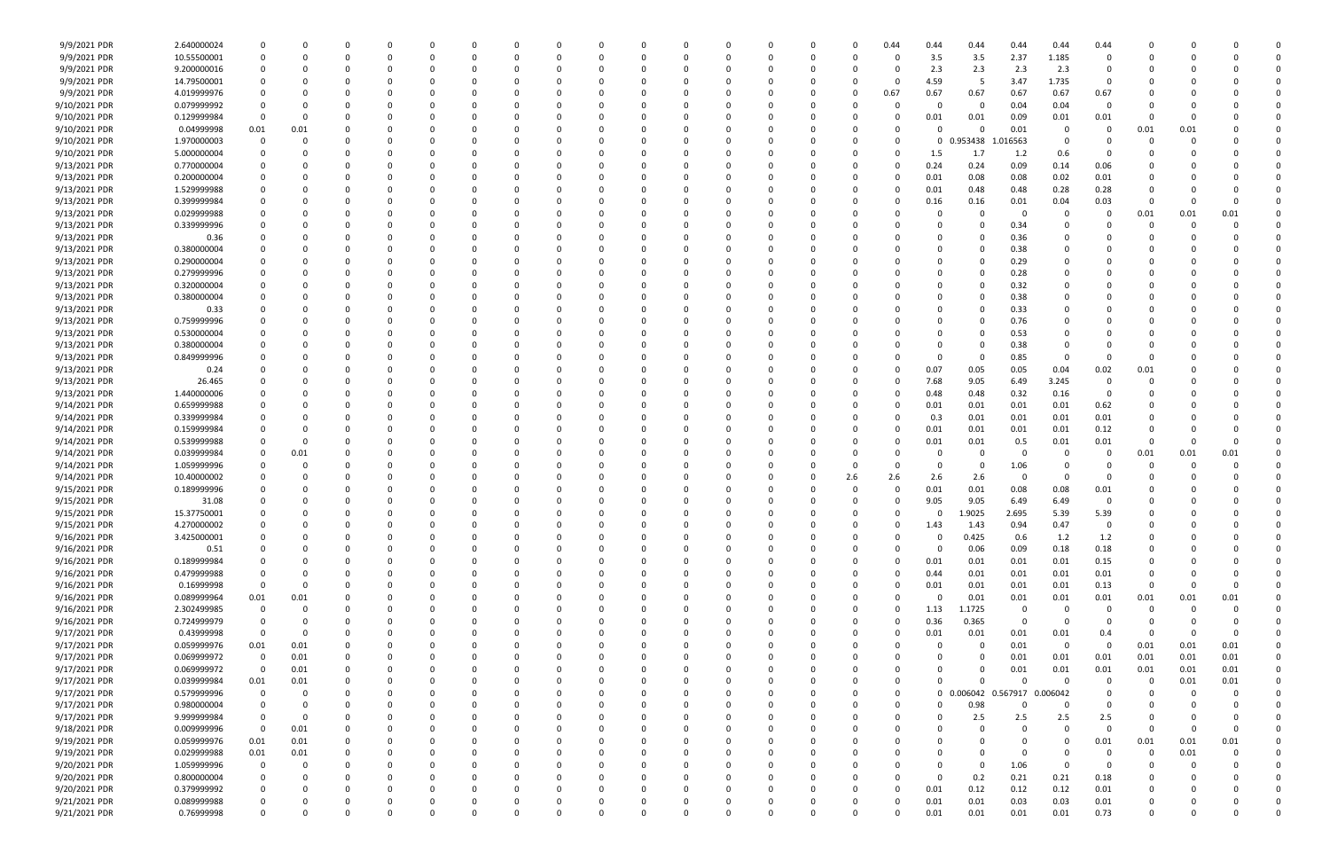| | | | | | | | | | | | | | | | | | | | | | | | | | | | |
|---|---|---|---|---|---|---|---|---|---|---|---|---|---|---|---|---|---|---|---|---|---|---|---|---|---|---|---|
| 9/9/2021 PDR | 2.640000024 | 0 | 0 | 0 | 0 | 0 | 0 | 0 | 0 | 0 | 0 | 0 | 0 | 0 | 0 | 0 | 0.44 | 0.44 | 0.44 | 0.44 | 0.44 | 0.44 | 0 | 0 | 0 | 0 | 0 |
| 9/9/2021 PDR | 10.55500001 | 0 | 0 | 0 | 0 | 0 | 0 | 0 | 0 | 0 | 0 | 0 | 0 | 0 | 0 | 0 | 0 | 3.5 | 3.5 | 2.37 | 1.185 | 0 | 0 | 0 | 0 | 0 | 0 |
| 9/9/2021 PDR | 9.200000016 | 0 | 0 | 0 | 0 | 0 | 0 | 0 | 0 | 0 | 0 | 0 | 0 | 0 | 0 | 0 | 0 | 2.3 | 2.3 | 2.3 | 2.3 | 0 | 0 | 0 | 0 | 0 | 0 |
| 9/9/2021 PDR | 14.79500001 | 0 | 0 | 0 | 0 | 0 | 0 | 0 | 0 | 0 | 0 | 0 | 0 | 0 | 0 | 0 | 0 | 4.59 | 5 | 3.47 | 1.735 | 0 | 0 | 0 | 0 | 0 | 0 |
| 9/9/2021 PDR | 4.019999976 | 0 | 0 | 0 | 0 | 0 | 0 | 0 | 0 | 0 | 0 | 0 | 0 | 0 | 0 | 0 | 0.67 | 0.67 | 0.67 | 0.67 | 0.67 | 0.67 | 0 | 0 | 0 | 0 | 0 |
| 9/10/2021 PDR | 0.079999992 | 0 | 0 | 0 | 0 | 0 | 0 | 0 | 0 | 0 | 0 | 0 | 0 | 0 | 0 | 0 | 0 | 0 | 0 | 0.04 | 0.04 | 0 | 0 | 0 | 0 | 0 | 0 |
| 9/10/2021 PDR | 0.129999984 | 0 | 0 | 0 | 0 | 0 | 0 | 0 | 0 | 0 | 0 | 0 | 0 | 0 | 0 | 0 | 0 | 0.01 | 0.01 | 0.09 | 0.01 | 0.01 | 0 | 0 | 0 | 0 | 0 |
| 9/10/2021 PDR | 0.04999998 | 0.01 | 0.01 | 0 | 0 | 0 | 0 | 0 | 0 | 0 | 0 | 0 | 0 | 0 | 0 | 0 | 0 | 0 | 0 | 0.01 | 0 | 0 | 0.01 | 0.01 | 0 | 0 | 0 |
| 9/10/2021 PDR | 1.970000003 | 0 | 0 | 0 | 0 | 0 | 0 | 0 | 0 | 0 | 0 | 0 | 0 | 0 | 0 | 0 | 0 | 0 | 0.953438 | 1.016563 | 0 | 0 | 0 | 0 | 0 | 0 | 0 |
| 9/10/2021 PDR | 5.000000004 | 0 | 0 | 0 | 0 | 0 | 0 | 0 | 0 | 0 | 0 | 0 | 0 | 0 | 0 | 0 | 0 | 1.5 | 1.7 | 1.2 | 0.6 | 0 | 0 | 0 | 0 | 0 | 0 |
| 9/13/2021 PDR | 0.770000004 | 0 | 0 | 0 | 0 | 0 | 0 | 0 | 0 | 0 | 0 | 0 | 0 | 0 | 0 | 0 | 0 | 0.24 | 0.24 | 0.09 | 0.14 | 0.06 | 0 | 0 | 0 | 0 | 0 |
| 9/13/2021 PDR | 0.200000004 | 0 | 0 | 0 | 0 | 0 | 0 | 0 | 0 | 0 | 0 | 0 | 0 | 0 | 0 | 0 | 0 | 0.01 | 0.08 | 0.08 | 0.02 | 0.01 | 0 | 0 | 0 | 0 | 0 |
| 9/13/2021 PDR | 1.529999988 | 0 | 0 | 0 | 0 | 0 | 0 | 0 | 0 | 0 | 0 | 0 | 0 | 0 | 0 | 0 | 0 | 0.01 | 0.48 | 0.48 | 0.28 | 0.28 | 0 | 0 | 0 | 0 | 0 |
| 9/13/2021 PDR | 0.399999984 | 0 | 0 | 0 | 0 | 0 | 0 | 0 | 0 | 0 | 0 | 0 | 0 | 0 | 0 | 0 | 0 | 0.16 | 0.16 | 0.01 | 0.04 | 0.03 | 0 | 0 | 0 | 0 | 0 |
| 9/13/2021 PDR | 0.029999988 | 0 | 0 | 0 | 0 | 0 | 0 | 0 | 0 | 0 | 0 | 0 | 0 | 0 | 0 | 0 | 0 | 0 | 0 | 0 | 0 | 0 | 0.01 | 0.01 | 0.01 | 0 | 0 |
| 9/13/2021 PDR | 0.339999996 | 0 | 0 | 0 | 0 | 0 | 0 | 0 | 0 | 0 | 0 | 0 | 0 | 0 | 0 | 0 | 0 | 0 | 0 | 0.34 | 0 | 0 | 0 | 0 | 0 | 0 | 0 |
| 9/13/2021 PDR | 0.36 | 0 | 0 | 0 | 0 | 0 | 0 | 0 | 0 | 0 | 0 | 0 | 0 | 0 | 0 | 0 | 0 | 0 | 0 | 0.36 | 0 | 0 | 0 | 0 | 0 | 0 | 0 |
| 9/13/2021 PDR | 0.380000004 | 0 | 0 | 0 | 0 | 0 | 0 | 0 | 0 | 0 | 0 | 0 | 0 | 0 | 0 | 0 | 0 | 0 | 0 | 0.38 | 0 | 0 | 0 | 0 | 0 | 0 | 0 |
| 9/13/2021 PDR | 0.290000004 | 0 | 0 | 0 | 0 | 0 | 0 | 0 | 0 | 0 | 0 | 0 | 0 | 0 | 0 | 0 | 0 | 0 | 0 | 0.29 | 0 | 0 | 0 | 0 | 0 | 0 | 0 |
| 9/13/2021 PDR | 0.279999996 | 0 | 0 | 0 | 0 | 0 | 0 | 0 | 0 | 0 | 0 | 0 | 0 | 0 | 0 | 0 | 0 | 0 | 0 | 0.28 | 0 | 0 | 0 | 0 | 0 | 0 | 0 |
| 9/13/2021 PDR | 0.320000004 | 0 | 0 | 0 | 0 | 0 | 0 | 0 | 0 | 0 | 0 | 0 | 0 | 0 | 0 | 0 | 0 | 0 | 0 | 0.32 | 0 | 0 | 0 | 0 | 0 | 0 | 0 |
| 9/13/2021 PDR | 0.380000004 | 0 | 0 | 0 | 0 | 0 | 0 | 0 | 0 | 0 | 0 | 0 | 0 | 0 | 0 | 0 | 0 | 0 | 0 | 0.38 | 0 | 0 | 0 | 0 | 0 | 0 | 0 |
| 9/13/2021 PDR | 0.33 | 0 | 0 | 0 | 0 | 0 | 0 | 0 | 0 | 0 | 0 | 0 | 0 | 0 | 0 | 0 | 0 | 0 | 0 | 0.33 | 0 | 0 | 0 | 0 | 0 | 0 | 0 |
| 9/13/2021 PDR | 0.759999996 | 0 | 0 | 0 | 0 | 0 | 0 | 0 | 0 | 0 | 0 | 0 | 0 | 0 | 0 | 0 | 0 | 0 | 0 | 0.76 | 0 | 0 | 0 | 0 | 0 | 0 | 0 |
| 9/13/2021 PDR | 0.530000004 | 0 | 0 | 0 | 0 | 0 | 0 | 0 | 0 | 0 | 0 | 0 | 0 | 0 | 0 | 0 | 0 | 0 | 0 | 0.53 | 0 | 0 | 0 | 0 | 0 | 0 | 0 |
| 9/13/2021 PDR | 0.380000004 | 0 | 0 | 0 | 0 | 0 | 0 | 0 | 0 | 0 | 0 | 0 | 0 | 0 | 0 | 0 | 0 | 0 | 0 | 0.38 | 0 | 0 | 0 | 0 | 0 | 0 | 0 |
| 9/13/2021 PDR | 0.849999996 | 0 | 0 | 0 | 0 | 0 | 0 | 0 | 0 | 0 | 0 | 0 | 0 | 0 | 0 | 0 | 0 | 0 | 0 | 0.85 | 0 | 0 | 0 | 0 | 0 | 0 | 0 |
| 9/13/2021 PDR | 0.24 | 0 | 0 | 0 | 0 | 0 | 0 | 0 | 0 | 0 | 0 | 0 | 0 | 0 | 0 | 0 | 0 | 0.07 | 0.05 | 0.05 | 0.04 | 0.02 | 0.01 | 0 | 0 | 0 | 0 |
| 9/13/2021 PDR | 26.465 | 0 | 0 | 0 | 0 | 0 | 0 | 0 | 0 | 0 | 0 | 0 | 0 | 0 | 0 | 0 | 0 | 7.68 | 9.05 | 6.49 | 3.245 | 0 | 0 | 0 | 0 | 0 | 0 |
| 9/13/2021 PDR | 1.440000006 | 0 | 0 | 0 | 0 | 0 | 0 | 0 | 0 | 0 | 0 | 0 | 0 | 0 | 0 | 0 | 0 | 0.48 | 0.48 | 0.32 | 0.16 | 0 | 0 | 0 | 0 | 0 | 0 |
| 9/14/2021 PDR | 0.659999988 | 0 | 0 | 0 | 0 | 0 | 0 | 0 | 0 | 0 | 0 | 0 | 0 | 0 | 0 | 0 | 0 | 0.01 | 0.01 | 0.01 | 0.01 | 0.62 | 0 | 0 | 0 | 0 | 0 |
| 9/14/2021 PDR | 0.339999984 | 0 | 0 | 0 | 0 | 0 | 0 | 0 | 0 | 0 | 0 | 0 | 0 | 0 | 0 | 0 | 0 | 0.3 | 0.01 | 0.01 | 0.01 | 0.01 | 0 | 0 | 0 | 0 | 0 |
| 9/14/2021 PDR | 0.159999984 | 0 | 0 | 0 | 0 | 0 | 0 | 0 | 0 | 0 | 0 | 0 | 0 | 0 | 0 | 0 | 0 | 0.01 | 0.01 | 0.01 | 0.01 | 0.12 | 0 | 0 | 0 | 0 | 0 |
| 9/14/2021 PDR | 0.539999988 | 0 | 0 | 0 | 0 | 0 | 0 | 0 | 0 | 0 | 0 | 0 | 0 | 0 | 0 | 0 | 0 | 0.01 | 0.01 | 0.5 | 0.01 | 0.01 | 0 | 0 | 0 | 0 | 0 |
| 9/14/2021 PDR | 0.039999984 | 0 | 0.01 | 0 | 0 | 0 | 0 | 0 | 0 | 0 | 0 | 0 | 0 | 0 | 0 | 0 | 0 | 0 | 0 | 0 | 0 | 0 | 0.01 | 0.01 | 0.01 | 0 | 0 |
| 9/14/2021 PDR | 1.059999996 | 0 | 0 | 0 | 0 | 0 | 0 | 0 | 0 | 0 | 0 | 0 | 0 | 0 | 0 | 0 | 0 | 0 | 0 | 1.06 | 0 | 0 | 0 | 0 | 0 | 0 | 0 |
| 9/14/2021 PDR | 10.40000002 | 0 | 0 | 0 | 0 | 0 | 0 | 0 | 0 | 0 | 0 | 0 | 0 | 0 | 0 | 2.6 | 2.6 | 2.6 | 2.6 | 0 | 0 | 0 | 0 | 0 | 0 | 0 | 0 |
| 9/15/2021 PDR | 0.189999996 | 0 | 0 | 0 | 0 | 0 | 0 | 0 | 0 | 0 | 0 | 0 | 0 | 0 | 0 | 0 | 0 | 0.01 | 0.01 | 0.08 | 0.08 | 0.01 | 0 | 0 | 0 | 0 | 0 |
| 9/15/2021 PDR | 31.08 | 0 | 0 | 0 | 0 | 0 | 0 | 0 | 0 | 0 | 0 | 0 | 0 | 0 | 0 | 0 | 0 | 9.05 | 9.05 | 6.49 | 6.49 | 0 | 0 | 0 | 0 | 0 | 0 |
| 9/15/2021 PDR | 15.37750001 | 0 | 0 | 0 | 0 | 0 | 0 | 0 | 0 | 0 | 0 | 0 | 0 | 0 | 0 | 0 | 0 | 0 | 1.9025 | 2.695 | 5.39 | 5.39 | 0 | 0 | 0 | 0 | 0 |
| 9/15/2021 PDR | 4.270000002 | 0 | 0 | 0 | 0 | 0 | 0 | 0 | 0 | 0 | 0 | 0 | 0 | 0 | 0 | 0 | 0 | 1.43 | 1.43 | 0.94 | 0.47 | 0 | 0 | 0 | 0 | 0 | 0 |
| 9/16/2021 PDR | 3.425000001 | 0 | 0 | 0 | 0 | 0 | 0 | 0 | 0 | 0 | 0 | 0 | 0 | 0 | 0 | 0 | 0 | 0 | 0.425 | 0.6 | 1.2 | 1.2 | 0 | 0 | 0 | 0 | 0 |
| 9/16/2021 PDR | 0.51 | 0 | 0 | 0 | 0 | 0 | 0 | 0 | 0 | 0 | 0 | 0 | 0 | 0 | 0 | 0 | 0 | 0 | 0.06 | 0.09 | 0.18 | 0.18 | 0 | 0 | 0 | 0 | 0 |
| 9/16/2021 PDR | 0.189999984 | 0 | 0 | 0 | 0 | 0 | 0 | 0 | 0 | 0 | 0 | 0 | 0 | 0 | 0 | 0 | 0 | 0.01 | 0.01 | 0.01 | 0.01 | 0.15 | 0 | 0 | 0 | 0 | 0 |
| 9/16/2021 PDR | 0.479999988 | 0 | 0 | 0 | 0 | 0 | 0 | 0 | 0 | 0 | 0 | 0 | 0 | 0 | 0 | 0 | 0 | 0.44 | 0.01 | 0.01 | 0.01 | 0.01 | 0 | 0 | 0 | 0 | 0 |
| 9/16/2021 PDR | 0.16999998 | 0 | 0 | 0 | 0 | 0 | 0 | 0 | 0 | 0 | 0 | 0 | 0 | 0 | 0 | 0 | 0 | 0.01 | 0.01 | 0.01 | 0.01 | 0.13 | 0 | 0 | 0 | 0 | 0 |
| 9/16/2021 PDR | 0.089999964 | 0.01 | 0.01 | 0 | 0 | 0 | 0 | 0 | 0 | 0 | 0 | 0 | 0 | 0 | 0 | 0 | 0 | 0 | 0.01 | 0.01 | 0.01 | 0.01 | 0.01 | 0.01 | 0.01 | 0 | 0 |
| 9/16/2021 PDR | 2.302499985 | 0 | 0 | 0 | 0 | 0 | 0 | 0 | 0 | 0 | 0 | 0 | 0 | 0 | 0 | 0 | 0 | 1.13 | 1.1725 | 0 | 0 | 0 | 0 | 0 | 0 | 0 | 0 |
| 9/16/2021 PDR | 0.724999979 | 0 | 0 | 0 | 0 | 0 | 0 | 0 | 0 | 0 | 0 | 0 | 0 | 0 | 0 | 0 | 0 | 0.36 | 0.365 | 0 | 0 | 0 | 0 | 0 | 0 | 0 | 0 |
| 9/17/2021 PDR | 0.43999998 | 0 | 0 | 0 | 0 | 0 | 0 | 0 | 0 | 0 | 0 | 0 | 0 | 0 | 0 | 0 | 0 | 0.01 | 0.01 | 0.01 | 0.01 | 0.4 | 0 | 0 | 0 | 0 | 0 |
| 9/17/2021 PDR | 0.059999976 | 0.01 | 0.01 | 0 | 0 | 0 | 0 | 0 | 0 | 0 | 0 | 0 | 0 | 0 | 0 | 0 | 0 | 0 | 0 | 0.01 | 0 | 0 | 0.01 | 0.01 | 0.01 | 0 | 0 |
| 9/17/2021 PDR | 0.069999972 | 0 | 0.01 | 0 | 0 | 0 | 0 | 0 | 0 | 0 | 0 | 0 | 0 | 0 | 0 | 0 | 0 | 0 | 0 | 0.01 | 0.01 | 0.01 | 0.01 | 0.01 | 0.01 | 0 | 0 |
| 9/17/2021 PDR | 0.069999972 | 0 | 0.01 | 0 | 0 | 0 | 0 | 0 | 0 | 0 | 0 | 0 | 0 | 0 | 0 | 0 | 0 | 0 | 0 | 0.01 | 0.01 | 0.01 | 0.01 | 0.01 | 0.01 | 0 | 0 |
| 9/17/2021 PDR | 0.039999984 | 0.01 | 0.01 | 0 | 0 | 0 | 0 | 0 | 0 | 0 | 0 | 0 | 0 | 0 | 0 | 0 | 0 | 0 | 0 | 0 | 0 | 0 | 0 | 0.01 | 0.01 | 0 | 0 |
| 9/17/2021 PDR | 0.579999996 | 0 | 0 | 0 | 0 | 0 | 0 | 0 | 0 | 0 | 0 | 0 | 0 | 0 | 0 | 0 | 0 | 0 | 0.006042 | 0.567917 | 0.006042 | 0 | 0 | 0 | 0 | 0 | 0 |
| 9/17/2021 PDR | 0.980000004 | 0 | 0 | 0 | 0 | 0 | 0 | 0 | 0 | 0 | 0 | 0 | 0 | 0 | 0 | 0 | 0 | 0 | 0.98 | 0 | 0 | 0 | 0 | 0 | 0 | 0 | 0 |
| 9/17/2021 PDR | 9.999999984 | 0 | 0 | 0 | 0 | 0 | 0 | 0 | 0 | 0 | 0 | 0 | 0 | 0 | 0 | 0 | 0 | 0 | 2.5 | 2.5 | 2.5 | 2.5 | 0 | 0 | 0 | 0 | 0 |
| 9/18/2021 PDR | 0.009999996 | 0 | 0.01 | 0 | 0 | 0 | 0 | 0 | 0 | 0 | 0 | 0 | 0 | 0 | 0 | 0 | 0 | 0 | 0 | 0 | 0 | 0 | 0 | 0 | 0 | 0 | 0 |
| 9/19/2021 PDR | 0.059999976 | 0.01 | 0.01 | 0 | 0 | 0 | 0 | 0 | 0 | 0 | 0 | 0 | 0 | 0 | 0 | 0 | 0 | 0 | 0 | 0 | 0 | 0.01 | 0.01 | 0.01 | 0.01 | 0 | 0 |
| 9/19/2021 PDR | 0.029999988 | 0.01 | 0.01 | 0 | 0 | 0 | 0 | 0 | 0 | 0 | 0 | 0 | 0 | 0 | 0 | 0 | 0 | 0 | 0 | 0 | 0 | 0 | 0 | 0.01 | 0 | 0 | 0 |
| 9/20/2021 PDR | 1.059999996 | 0 | 0 | 0 | 0 | 0 | 0 | 0 | 0 | 0 | 0 | 0 | 0 | 0 | 0 | 0 | 0 | 0 | 0 | 1.06 | 0 | 0 | 0 | 0 | 0 | 0 | 0 |
| 9/20/2021 PDR | 0.800000004 | 0 | 0 | 0 | 0 | 0 | 0 | 0 | 0 | 0 | 0 | 0 | 0 | 0 | 0 | 0 | 0 | 0 | 0.2 | 0.21 | 0.21 | 0.18 | 0 | 0 | 0 | 0 | 0 |
| 9/20/2021 PDR | 0.379999992 | 0 | 0 | 0 | 0 | 0 | 0 | 0 | 0 | 0 | 0 | 0 | 0 | 0 | 0 | 0 | 0 | 0.01 | 0.12 | 0.12 | 0.12 | 0.01 | 0 | 0 | 0 | 0 | 0 |
| 9/21/2021 PDR | 0.089999988 | 0 | 0 | 0 | 0 | 0 | 0 | 0 | 0 | 0 | 0 | 0 | 0 | 0 | 0 | 0 | 0 | 0.01 | 0.01 | 0.03 | 0.03 | 0.01 | 0 | 0 | 0 | 0 | 0 |
| 9/21/2021 PDR | 0.76999998 | 0 | 0 | 0 | 0 | 0 | 0 | 0 | 0 | 0 | 0 | 0 | 0 | 0 | 0 | 0 | 0 | 0.01 | 0.01 | 0.01 | 0.01 | 0.73 | 0 | 0 | 0 | 0 | 0 |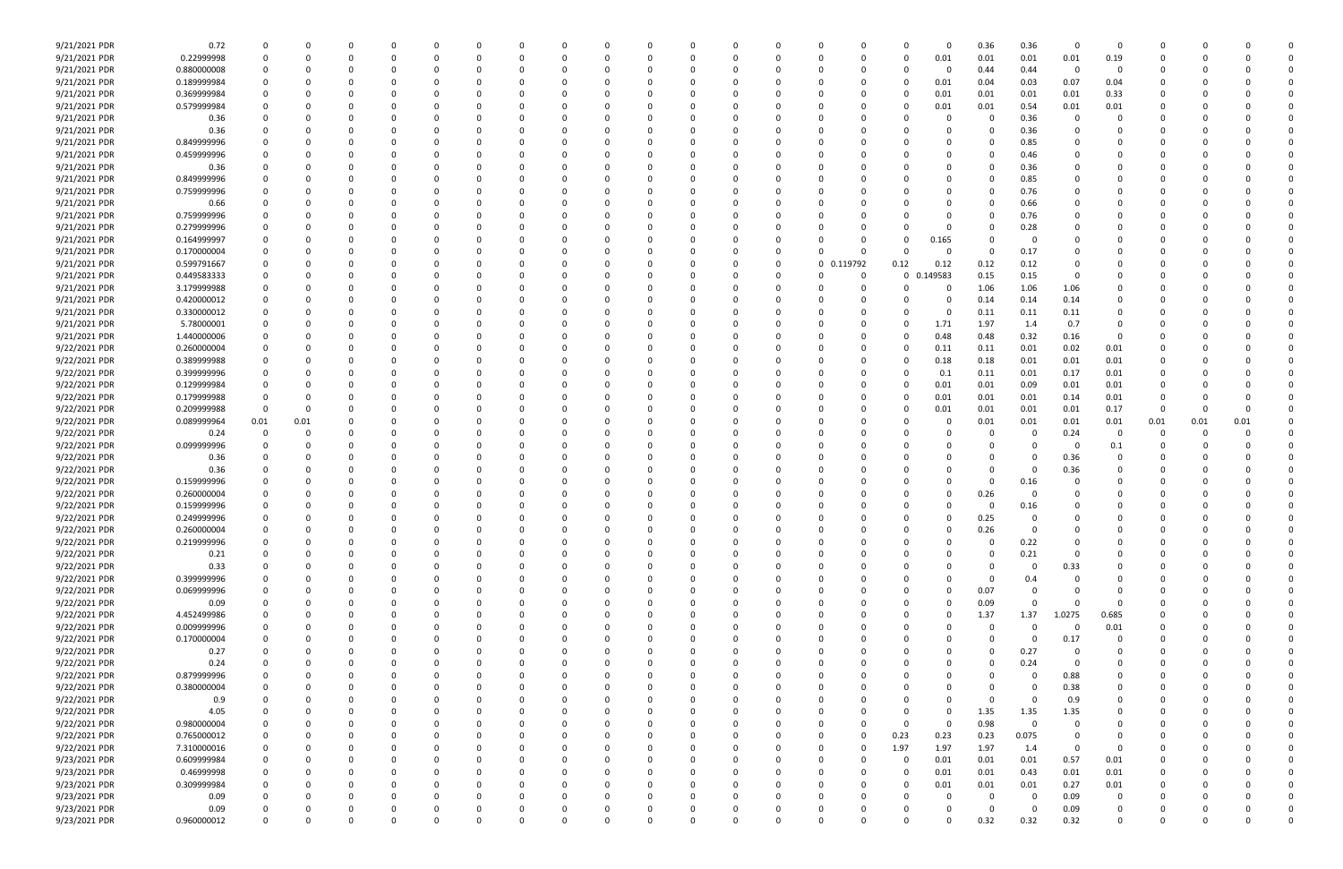| | | | | | | | | | | | | | | | | | | | | | | | | | | | | | | | | | | | | |
|---|---|---|---|---|---|---|---|---|---|---|---|---|---|---|---|---|---|---|---|---|---|---|---|---|---|---|---|---|---|---|---|---|---|---|---|---|
| 9/21/2021 PDR | 0.72 | 0 | 0 | 0 | 0 | 0 | 0 | 0 | 0 | 0 | 0 | 0 | 0 | 0 | 0 | 0 | 0 | 0 | 0 | 0 | 0 | 0 | 0 | 0 | 0 | 0.36 | 0.36 | 0 | 0 | 0 | 0 | 0 | 0 | 0 | 0 | 0 |
| 9/21/2021 PDR | 0.22999998 | 0 | 0 | 0 | 0 | 0 | 0 | 0 | 0 | 0 | 0 | 0 | 0 | 0 | 0 | 0 | 0 | 0 | 0 | 0 | 0 | 0 | 0 | 0 | 0.01 | 0.01 | 0.01 | 0.01 | 0.19 | 0 | 0 | 0 | 0 | 0 | 0 | 0 |
| 9/21/2021 PDR | 0.880000008 | 0 | 0 | 0 | 0 | 0 | 0 | 0 | 0 | 0 | 0 | 0 | 0 | 0 | 0 | 0 | 0 | 0 | 0 | 0 | 0 | 0 | 0 | 0 | 0 | 0.44 | 0.44 | 0 | 0 | 0 | 0 | 0 | 0 | 0 | 0 | 0 |
| 9/21/2021 PDR | 0.189999984 | 0 | 0 | 0 | 0 | 0 | 0 | 0 | 0 | 0 | 0 | 0 | 0 | 0 | 0 | 0 | 0 | 0 | 0 | 0 | 0 | 0 | 0 | 0 | 0.01 | 0.04 | 0.03 | 0.07 | 0.04 | 0 | 0 | 0 | 0 | 0 | 0 | 0 |
| 9/21/2021 PDR | 0.369999984 | 0 | 0 | 0 | 0 | 0 | 0 | 0 | 0 | 0 | 0 | 0 | 0 | 0 | 0 | 0 | 0 | 0 | 0 | 0 | 0 | 0 | 0 | 0 | 0.01 | 0.01 | 0.01 | 0.01 | 0.33 | 0 | 0 | 0 | 0 | 0 | 0 | 0 |
| 9/21/2021 PDR | 0.579999984 | 0 | 0 | 0 | 0 | 0 | 0 | 0 | 0 | 0 | 0 | 0 | 0 | 0 | 0 | 0 | 0 | 0 | 0 | 0 | 0 | 0 | 0 | 0 | 0.01 | 0.01 | 0.54 | 0.01 | 0.01 | 0 | 0 | 0 | 0 | 0 | 0 | 0 |
| 9/21/2021 PDR | 0.36 | 0 | 0 | 0 | 0 | 0 | 0 | 0 | 0 | 0 | 0 | 0 | 0 | 0 | 0 | 0 | 0 | 0 | 0 | 0 | 0 | 0 | 0 | 0 | 0 | 0 | 0.36 | 0 | 0 | 0 | 0 | 0 | 0 | 0 | 0 | 0 |
| 9/21/2021 PDR | 0.36 | 0 | 0 | 0 | 0 | 0 | 0 | 0 | 0 | 0 | 0 | 0 | 0 | 0 | 0 | 0 | 0 | 0 | 0 | 0 | 0 | 0 | 0 | 0 | 0 | 0 | 0.36 | 0 | 0 | 0 | 0 | 0 | 0 | 0 | 0 | 0 |
| 9/21/2021 PDR | 0.849999996 | 0 | 0 | 0 | 0 | 0 | 0 | 0 | 0 | 0 | 0 | 0 | 0 | 0 | 0 | 0 | 0 | 0 | 0 | 0 | 0 | 0 | 0 | 0 | 0 | 0 | 0.85 | 0 | 0 | 0 | 0 | 0 | 0 | 0 | 0 | 0 |
| 9/21/2021 PDR | 0.459999996 | 0 | 0 | 0 | 0 | 0 | 0 | 0 | 0 | 0 | 0 | 0 | 0 | 0 | 0 | 0 | 0 | 0 | 0 | 0 | 0 | 0 | 0 | 0 | 0 | 0 | 0.46 | 0 | 0 | 0 | 0 | 0 | 0 | 0 | 0 | 0 |
| 9/21/2021 PDR | 0.36 | 0 | 0 | 0 | 0 | 0 | 0 | 0 | 0 | 0 | 0 | 0 | 0 | 0 | 0 | 0 | 0 | 0 | 0 | 0 | 0 | 0 | 0 | 0 | 0 | 0 | 0.36 | 0 | 0 | 0 | 0 | 0 | 0 | 0 | 0 | 0 |
| 9/21/2021 PDR | 0.849999996 | 0 | 0 | 0 | 0 | 0 | 0 | 0 | 0 | 0 | 0 | 0 | 0 | 0 | 0 | 0 | 0 | 0 | 0 | 0 | 0 | 0 | 0 | 0 | 0 | 0 | 0.85 | 0 | 0 | 0 | 0 | 0 | 0 | 0 | 0 | 0 |
| 9/21/2021 PDR | 0.759999996 | 0 | 0 | 0 | 0 | 0 | 0 | 0 | 0 | 0 | 0 | 0 | 0 | 0 | 0 | 0 | 0 | 0 | 0 | 0 | 0 | 0 | 0 | 0 | 0 | 0 | 0.76 | 0 | 0 | 0 | 0 | 0 | 0 | 0 | 0 | 0 |
| 9/21/2021 PDR | 0.66 | 0 | 0 | 0 | 0 | 0 | 0 | 0 | 0 | 0 | 0 | 0 | 0 | 0 | 0 | 0 | 0 | 0 | 0 | 0 | 0 | 0 | 0 | 0 | 0 | 0 | 0.66 | 0 | 0 | 0 | 0 | 0 | 0 | 0 | 0 | 0 |
| 9/21/2021 PDR | 0.759999996 | 0 | 0 | 0 | 0 | 0 | 0 | 0 | 0 | 0 | 0 | 0 | 0 | 0 | 0 | 0 | 0 | 0 | 0 | 0 | 0 | 0 | 0 | 0 | 0 | 0 | 0.76 | 0 | 0 | 0 | 0 | 0 | 0 | 0 | 0 | 0 |
| 9/21/2021 PDR | 0.279999996 | 0 | 0 | 0 | 0 | 0 | 0 | 0 | 0 | 0 | 0 | 0 | 0 | 0 | 0 | 0 | 0 | 0 | 0 | 0 | 0 | 0 | 0 | 0 | 0 | 0 | 0.28 | 0 | 0 | 0 | 0 | 0 | 0 | 0 | 0 | 0 |
| 9/21/2021 PDR | 0.164999997 | 0 | 0 | 0 | 0 | 0 | 0 | 0 | 0 | 0 | 0 | 0 | 0 | 0 | 0 | 0 | 0 | 0 | 0 | 0 | 0 | 0 | 0 | 0 | 0.165 | 0 | 0 | 0 | 0 | 0 | 0 | 0 | 0 | 0 | 0 | 0 |
| 9/21/2021 PDR | 0.170000004 | 0 | 0 | 0 | 0 | 0 | 0 | 0 | 0 | 0 | 0 | 0 | 0 | 0 | 0 | 0 | 0 | 0 | 0 | 0 | 0 | 0 | 0 | 0 | 0 | 0 | 0.17 | 0 | 0 | 0 | 0 | 0 | 0 | 0 | 0 | 0 |
| 9/21/2021 PDR | 0.599791667 | 0 | 0 | 0 | 0 | 0 | 0 | 0 | 0 | 0 | 0 | 0 | 0 | 0 | 0 | 0 | 0 | 0 | 0 | 0 | 0 | 0 | 0.119792 | 0.12 | 0.12 | 0.12 | 0.12 | 0 | 0 | 0 | 0 | 0 | 0 | 0 | 0 | 0 |
| 9/21/2021 PDR | 0.449583333 | 0 | 0 | 0 | 0 | 0 | 0 | 0 | 0 | 0 | 0 | 0 | 0 | 0 | 0 | 0 | 0 | 0 | 0 | 0 | 0 | 0 | 0 | 0 | 0.149583 | 0.15 | 0.15 | 0 | 0 | 0 | 0 | 0 | 0 | 0 | 0 | 0 |
| 9/21/2021 PDR | 3.179999988 | 0 | 0 | 0 | 0 | 0 | 0 | 0 | 0 | 0 | 0 | 0 | 0 | 0 | 0 | 0 | 0 | 0 | 0 | 0 | 0 | 0 | 0 | 0 | 0 | 1.06 | 1.06 | 1.06 | 0 | 0 | 0 | 0 | 0 | 0 | 0 | 0 |
| 9/21/2021 PDR | 0.420000012 | 0 | 0 | 0 | 0 | 0 | 0 | 0 | 0 | 0 | 0 | 0 | 0 | 0 | 0 | 0 | 0 | 0 | 0 | 0 | 0 | 0 | 0 | 0 | 0 | 0.14 | 0.14 | 0.14 | 0 | 0 | 0 | 0 | 0 | 0 | 0 | 0 |
| 9/21/2021 PDR | 0.330000012 | 0 | 0 | 0 | 0 | 0 | 0 | 0 | 0 | 0 | 0 | 0 | 0 | 0 | 0 | 0 | 0 | 0 | 0 | 0 | 0 | 0 | 0 | 0 | 0 | 0.11 | 0.11 | 0.11 | 0 | 0 | 0 | 0 | 0 | 0 | 0 | 0 |
| 9/21/2021 PDR | 5.78000001 | 0 | 0 | 0 | 0 | 0 | 0 | 0 | 0 | 0 | 0 | 0 | 0 | 0 | 0 | 0 | 0 | 0 | 0 | 0 | 0 | 0 | 0 | 0 | 1.71 | 1.97 | 1.4 | 0.7 | 0 | 0 | 0 | 0 | 0 | 0 | 0 | 0 |
| 9/21/2021 PDR | 1.440000006 | 0 | 0 | 0 | 0 | 0 | 0 | 0 | 0 | 0 | 0 | 0 | 0 | 0 | 0 | 0 | 0 | 0 | 0 | 0 | 0 | 0 | 0 | 0 | 0.48 | 0.48 | 0.32 | 0.16 | 0 | 0 | 0 | 0 | 0 | 0 | 0 | 0 |
| 9/22/2021 PDR | 0.260000004 | 0 | 0 | 0 | 0 | 0 | 0 | 0 | 0 | 0 | 0 | 0 | 0 | 0 | 0 | 0 | 0 | 0 | 0 | 0 | 0 | 0 | 0 | 0 | 0.11 | 0.11 | 0.01 | 0.02 | 0.01 | 0 | 0 | 0 | 0 | 0 | 0 | 0 |
| 9/22/2021 PDR | 0.389999988 | 0 | 0 | 0 | 0 | 0 | 0 | 0 | 0 | 0 | 0 | 0 | 0 | 0 | 0 | 0 | 0 | 0 | 0 | 0 | 0 | 0 | 0 | 0 | 0.18 | 0.18 | 0.01 | 0.01 | 0.01 | 0 | 0 | 0 | 0 | 0 | 0 | 0 |
| 9/22/2021 PDR | 0.399999996 | 0 | 0 | 0 | 0 | 0 | 0 | 0 | 0 | 0 | 0 | 0 | 0 | 0 | 0 | 0 | 0 | 0 | 0 | 0 | 0 | 0 | 0 | 0 | 0.1 | 0.11 | 0.01 | 0.17 | 0.01 | 0 | 0 | 0 | 0 | 0 | 0 | 0 |
| 9/22/2021 PDR | 0.129999984 | 0 | 0 | 0 | 0 | 0 | 0 | 0 | 0 | 0 | 0 | 0 | 0 | 0 | 0 | 0 | 0 | 0 | 0 | 0 | 0 | 0 | 0 | 0 | 0.01 | 0.01 | 0.09 | 0.01 | 0.01 | 0 | 0 | 0 | 0 | 0 | 0 | 0 |
| 9/22/2021 PDR | 0.179999988 | 0 | 0 | 0 | 0 | 0 | 0 | 0 | 0 | 0 | 0 | 0 | 0 | 0 | 0 | 0 | 0 | 0 | 0 | 0 | 0 | 0 | 0 | 0 | 0.01 | 0.01 | 0.01 | 0.14 | 0.01 | 0 | 0 | 0 | 0 | 0 | 0 | 0 |
| 9/22/2021 PDR | 0.209999988 | 0 | 0 | 0 | 0 | 0 | 0 | 0 | 0 | 0 | 0 | 0 | 0 | 0 | 0 | 0 | 0 | 0 | 0 | 0 | 0 | 0 | 0 | 0 | 0.01 | 0.01 | 0.01 | 0.01 | 0.17 | 0 | 0 | 0 | 0 | 0 | 0 | 0 |
| 9/22/2021 PDR | 0.089999964 | 0.01 | 0.01 | 0 | 0 | 0 | 0 | 0 | 0 | 0 | 0 | 0 | 0 | 0 | 0 | 0 | 0 | 0 | 0 | 0 | 0 | 0 | 0 | 0 | 0 | 0.01 | 0.01 | 0.01 | 0.01 | 0.01 | 0.01 | 0.01 | 0 | 0 | 0 | 0 |
| 9/22/2021 PDR | 0.24 | 0 | 0 | 0 | 0 | 0 | 0 | 0 | 0 | 0 | 0 | 0 | 0 | 0 | 0 | 0 | 0 | 0 | 0 | 0 | 0 | 0 | 0 | 0 | 0 | 0 | 0 | 0.24 | 0 | 0 | 0 | 0 | 0 | 0 | 0 | 0 |
| 9/22/2021 PDR | 0.099999996 | 0 | 0 | 0 | 0 | 0 | 0 | 0 | 0 | 0 | 0 | 0 | 0 | 0 | 0 | 0 | 0 | 0 | 0 | 0 | 0 | 0 | 0 | 0 | 0 | 0 | 0 | 0 | 0.1 | 0 | 0 | 0 | 0 | 0 | 0 | 0 |
| 9/22/2021 PDR | 0.36 | 0 | 0 | 0 | 0 | 0 | 0 | 0 | 0 | 0 | 0 | 0 | 0 | 0 | 0 | 0 | 0 | 0 | 0 | 0 | 0 | 0 | 0 | 0 | 0 | 0 | 0 | 0.36 | 0 | 0 | 0 | 0 | 0 | 0 | 0 | 0 |
| 9/22/2021 PDR | 0.36 | 0 | 0 | 0 | 0 | 0 | 0 | 0 | 0 | 0 | 0 | 0 | 0 | 0 | 0 | 0 | 0 | 0 | 0 | 0 | 0 | 0 | 0 | 0 | 0 | 0 | 0 | 0.36 | 0 | 0 | 0 | 0 | 0 | 0 | 0 | 0 |
| 9/22/2021 PDR | 0.159999996 | 0 | 0 | 0 | 0 | 0 | 0 | 0 | 0 | 0 | 0 | 0 | 0 | 0 | 0 | 0 | 0 | 0 | 0 | 0 | 0 | 0 | 0 | 0 | 0 | 0 | 0.16 | 0 | 0 | 0 | 0 | 0 | 0 | 0 | 0 | 0 |
| 9/22/2021 PDR | 0.260000004 | 0 | 0 | 0 | 0 | 0 | 0 | 0 | 0 | 0 | 0 | 0 | 0 | 0 | 0 | 0 | 0 | 0 | 0 | 0 | 0 | 0 | 0 | 0 | 0 | 0.26 | 0 | 0 | 0 | 0 | 0 | 0 | 0 | 0 | 0 | 0 |
| 9/22/2021 PDR | 0.159999996 | 0 | 0 | 0 | 0 | 0 | 0 | 0 | 0 | 0 | 0 | 0 | 0 | 0 | 0 | 0 | 0 | 0 | 0 | 0 | 0 | 0 | 0 | 0 | 0 | 0 | 0.16 | 0 | 0 | 0 | 0 | 0 | 0 | 0 | 0 | 0 |
| 9/22/2021 PDR | 0.249999996 | 0 | 0 | 0 | 0 | 0 | 0 | 0 | 0 | 0 | 0 | 0 | 0 | 0 | 0 | 0 | 0 | 0 | 0 | 0 | 0 | 0 | 0 | 0 | 0 | 0.25 | 0 | 0 | 0 | 0 | 0 | 0 | 0 | 0 | 0 | 0 |
| 9/22/2021 PDR | 0.260000004 | 0 | 0 | 0 | 0 | 0 | 0 | 0 | 0 | 0 | 0 | 0 | 0 | 0 | 0 | 0 | 0 | 0 | 0 | 0 | 0 | 0 | 0 | 0 | 0 | 0.26 | 0 | 0 | 0 | 0 | 0 | 0 | 0 | 0 | 0 | 0 |
| 9/22/2021 PDR | 0.219999996 | 0 | 0 | 0 | 0 | 0 | 0 | 0 | 0 | 0 | 0 | 0 | 0 | 0 | 0 | 0 | 0 | 0 | 0 | 0 | 0 | 0 | 0 | 0 | 0 | 0 | 0.22 | 0 | 0 | 0 | 0 | 0 | 0 | 0 | 0 | 0 |
| 9/22/2021 PDR | 0.21 | 0 | 0 | 0 | 0 | 0 | 0 | 0 | 0 | 0 | 0 | 0 | 0 | 0 | 0 | 0 | 0 | 0 | 0 | 0 | 0 | 0 | 0 | 0 | 0 | 0 | 0.21 | 0 | 0 | 0 | 0 | 0 | 0 | 0 | 0 | 0 |
| 9/22/2021 PDR | 0.33 | 0 | 0 | 0 | 0 | 0 | 0 | 0 | 0 | 0 | 0 | 0 | 0 | 0 | 0 | 0 | 0 | 0 | 0 | 0 | 0 | 0 | 0 | 0 | 0 | 0 | 0 | 0.33 | 0 | 0 | 0 | 0 | 0 | 0 | 0 | 0 |
| 9/22/2021 PDR | 0.399999996 | 0 | 0 | 0 | 0 | 0 | 0 | 0 | 0 | 0 | 0 | 0 | 0 | 0 | 0 | 0 | 0 | 0 | 0 | 0 | 0 | 0 | 0 | 0 | 0 | 0 | 0.4 | 0 | 0 | 0 | 0 | 0 | 0 | 0 | 0 | 0 |
| 9/22/2021 PDR | 0.069999996 | 0 | 0 | 0 | 0 | 0 | 0 | 0 | 0 | 0 | 0 | 0 | 0 | 0 | 0 | 0 | 0 | 0 | 0 | 0 | 0 | 0 | 0 | 0 | 0 | 0.07 | 0 | 0 | 0 | 0 | 0 | 0 | 0 | 0 | 0 | 0 |
| 9/22/2021 PDR | 0.09 | 0 | 0 | 0 | 0 | 0 | 0 | 0 | 0 | 0 | 0 | 0 | 0 | 0 | 0 | 0 | 0 | 0 | 0 | 0 | 0 | 0 | 0 | 0 | 0 | 0.09 | 0 | 0 | 0 | 0 | 0 | 0 | 0 | 0 | 0 | 0 |
| 9/22/2021 PDR | 4.452499986 | 0 | 0 | 0 | 0 | 0 | 0 | 0 | 0 | 0 | 0 | 0 | 0 | 0 | 0 | 0 | 0 | 0 | 0 | 0 | 0 | 0 | 0 | 0 | 0 | 1.37 | 1.37 | 1.0275 | 0.685 | 0 | 0 | 0 | 0 | 0 | 0 | 0 |
| 9/22/2021 PDR | 0.009999996 | 0 | 0 | 0 | 0 | 0 | 0 | 0 | 0 | 0 | 0 | 0 | 0 | 0 | 0 | 0 | 0 | 0 | 0 | 0 | 0 | 0 | 0 | 0 | 0 | 0 | 0 | 0 | 0.01 | 0 | 0 | 0 | 0 | 0 | 0 | 0 |
| 9/22/2021 PDR | 0.170000004 | 0 | 0 | 0 | 0 | 0 | 0 | 0 | 0 | 0 | 0 | 0 | 0 | 0 | 0 | 0 | 0 | 0 | 0 | 0 | 0 | 0 | 0 | 0 | 0 | 0 | 0 | 0.17 | 0 | 0 | 0 | 0 | 0 | 0 | 0 | 0 |
| 9/22/2021 PDR | 0.27 | 0 | 0 | 0 | 0 | 0 | 0 | 0 | 0 | 0 | 0 | 0 | 0 | 0 | 0 | 0 | 0 | 0 | 0 | 0 | 0 | 0 | 0 | 0 | 0 | 0 | 0.27 | 0 | 0 | 0 | 0 | 0 | 0 | 0 | 0 | 0 |
| 9/22/2021 PDR | 0.24 | 0 | 0 | 0 | 0 | 0 | 0 | 0 | 0 | 0 | 0 | 0 | 0 | 0 | 0 | 0 | 0 | 0 | 0 | 0 | 0 | 0 | 0 | 0 | 0 | 0 | 0.24 | 0 | 0 | 0 | 0 | 0 | 0 | 0 | 0 | 0 |
| 9/22/2021 PDR | 0.879999996 | 0 | 0 | 0 | 0 | 0 | 0 | 0 | 0 | 0 | 0 | 0 | 0 | 0 | 0 | 0 | 0 | 0 | 0 | 0 | 0 | 0 | 0 | 0 | 0 | 0 | 0 | 0.88 | 0 | 0 | 0 | 0 | 0 | 0 | 0 | 0 |
| 9/22/2021 PDR | 0.380000004 | 0 | 0 | 0 | 0 | 0 | 0 | 0 | 0 | 0 | 0 | 0 | 0 | 0 | 0 | 0 | 0 | 0 | 0 | 0 | 0 | 0 | 0 | 0 | 0 | 0 | 0 | 0.38 | 0 | 0 | 0 | 0 | 0 | 0 | 0 | 0 |
| 9/22/2021 PDR | 0.9 | 0 | 0 | 0 | 0 | 0 | 0 | 0 | 0 | 0 | 0 | 0 | 0 | 0 | 0 | 0 | 0 | 0 | 0 | 0 | 0 | 0 | 0 | 0 | 0 | 0 | 0 | 0.9 | 0 | 0 | 0 | 0 | 0 | 0 | 0 | 0 |
| 9/22/2021 PDR | 4.05 | 0 | 0 | 0 | 0 | 0 | 0 | 0 | 0 | 0 | 0 | 0 | 0 | 0 | 0 | 0 | 0 | 0 | 0 | 0 | 0 | 0 | 0 | 0 | 0 | 1.35 | 1.35 | 1.35 | 0 | 0 | 0 | 0 | 0 | 0 | 0 | 0 |
| 9/22/2021 PDR | 0.980000004 | 0 | 0 | 0 | 0 | 0 | 0 | 0 | 0 | 0 | 0 | 0 | 0 | 0 | 0 | 0 | 0 | 0 | 0 | 0 | 0 | 0 | 0 | 0 | 0 | 0.98 | 0 | 0 | 0 | 0 | 0 | 0 | 0 | 0 | 0 | 0 |
| 9/22/2021 PDR | 0.765000012 | 0 | 0 | 0 | 0 | 0 | 0 | 0 | 0 | 0 | 0 | 0 | 0 | 0 | 0 | 0 | 0 | 0 | 0 | 0 | 0 | 0 | 0 | 0.23 | 0.23 | 0.23 | 0.075 | 0 | 0 | 0 | 0 | 0 | 0 | 0 | 0 | 0 |
| 9/22/2021 PDR | 7.310000016 | 0 | 0 | 0 | 0 | 0 | 0 | 0 | 0 | 0 | 0 | 0 | 0 | 0 | 0 | 0 | 0 | 0 | 0 | 0 | 0 | 0 | 0 | 1.97 | 1.97 | 1.97 | 1.4 | 0 | 0 | 0 | 0 | 0 | 0 | 0 | 0 | 0 |
| 9/23/2021 PDR | 0.609999984 | 0 | 0 | 0 | 0 | 0 | 0 | 0 | 0 | 0 | 0 | 0 | 0 | 0 | 0 | 0 | 0 | 0 | 0 | 0 | 0 | 0 | 0 | 0 | 0.01 | 0.01 | 0.01 | 0.57 | 0.01 | 0 | 0 | 0 | 0 | 0 | 0 | 0 |
| 9/23/2021 PDR | 0.46999998 | 0 | 0 | 0 | 0 | 0 | 0 | 0 | 0 | 0 | 0 | 0 | 0 | 0 | 0 | 0 | 0 | 0 | 0 | 0 | 0 | 0 | 0 | 0 | 0.01 | 0.01 | 0.43 | 0.01 | 0.01 | 0 | 0 | 0 | 0 | 0 | 0 | 0 |
| 9/23/2021 PDR | 0.309999984 | 0 | 0 | 0 | 0 | 0 | 0 | 0 | 0 | 0 | 0 | 0 | 0 | 0 | 0 | 0 | 0 | 0 | 0 | 0 | 0 | 0 | 0 | 0 | 0.01 | 0.01 | 0.01 | 0.27 | 0.01 | 0 | 0 | 0 | 0 | 0 | 0 | 0 |
| 9/23/2021 PDR | 0.09 | 0 | 0 | 0 | 0 | 0 | 0 | 0 | 0 | 0 | 0 | 0 | 0 | 0 | 0 | 0 | 0 | 0 | 0 | 0 | 0 | 0 | 0 | 0 | 0 | 0 | 0 | 0.09 | 0 | 0 | 0 | 0 | 0 | 0 | 0 | 0 |
| 9/23/2021 PDR | 0.09 | 0 | 0 | 0 | 0 | 0 | 0 | 0 | 0 | 0 | 0 | 0 | 0 | 0 | 0 | 0 | 0 | 0 | 0 | 0 | 0 | 0 | 0 | 0 | 0 | 0 | 0 | 0.09 | 0 | 0 | 0 | 0 | 0 | 0 | 0 | 0 |
| 9/23/2021 PDR | 0.960000012 | 0 | 0 | 0 | 0 | 0 | 0 | 0 | 0 | 0 | 0 | 0 | 0 | 0 | 0 | 0 | 0 | 0 | 0 | 0 | 0 | 0 | 0 | 0 | 0 | 0.32 | 0.32 | 0.32 | 0 | 0 | 0 | 0 | 0 | 0 | 0 | 0 |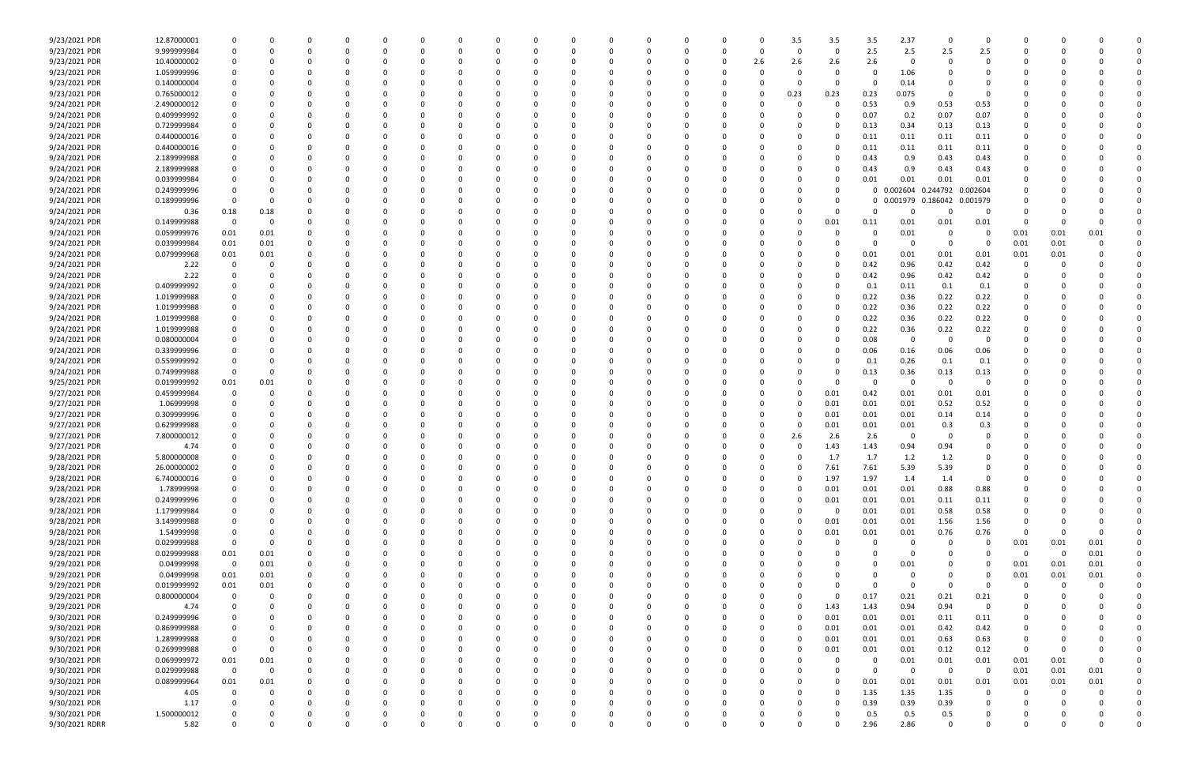| | | | | | | | | | | | | | | | | | | | | | | | | | | | |
|---|---|---|---|---|---|---|---|---|---|---|---|---|---|---|---|---|---|---|---|---|---|---|---|---|---|---|---|
| 9/23/2021 PDR | 12.87000001 | 0 | 0 | 0 | 0 | 0 | 0 | 0 | 0 | 0 | 0 | 0 | 0 | 0 | 0 | 0 | 0 | 3.5 | 3.5 | 3.5 | 2.37 | 0 | 0 | 0 | 0 | 0 | 0 |
| 9/23/2021 PDR | 9.999999984 | 0 | 0 | 0 | 0 | 0 | 0 | 0 | 0 | 0 | 0 | 0 | 0 | 0 | 0 | 0 | 0 | 0 | 0 | 2.5 | 2.5 | 2.5 | 2.5 | 0 | 0 | 0 | 0 |
| 9/23/2021 PDR | 10.40000002 | 0 | 0 | 0 | 0 | 0 | 0 | 0 | 0 | 0 | 0 | 0 | 0 | 0 | 0 | 0 | 2.6 | 2.6 | 2.6 | 2.6 | 0 | 0 | 0 | 0 | 0 | 0 | 0 |
| 9/23/2021 PDR | 1.059999996 | 0 | 0 | 0 | 0 | 0 | 0 | 0 | 0 | 0 | 0 | 0 | 0 | 0 | 0 | 0 | 0 | 0 | 0 | 0 | 1.06 | 0 | 0 | 0 | 0 | 0 | 0 |
| 9/23/2021 PDR | 0.140000004 | 0 | 0 | 0 | 0 | 0 | 0 | 0 | 0 | 0 | 0 | 0 | 0 | 0 | 0 | 0 | 0 | 0 | 0 | 0 | 0.14 | 0 | 0 | 0 | 0 | 0 | 0 |
| 9/23/2021 PDR | 0.765000012 | 0 | 0 | 0 | 0 | 0 | 0 | 0 | 0 | 0 | 0 | 0 | 0 | 0 | 0 | 0 | 0 | 0.23 | 0.23 | 0.23 | 0.075 | 0 | 0 | 0 | 0 | 0 | 0 |
| 9/24/2021 PDR | 2.490000012 | 0 | 0 | 0 | 0 | 0 | 0 | 0 | 0 | 0 | 0 | 0 | 0 | 0 | 0 | 0 | 0 | 0 | 0 | 0.53 | 0.9 | 0.53 | 0.53 | 0 | 0 | 0 | 0 |
| 9/24/2021 PDR | 0.409999992 | 0 | 0 | 0 | 0 | 0 | 0 | 0 | 0 | 0 | 0 | 0 | 0 | 0 | 0 | 0 | 0 | 0 | 0 | 0.07 | 0.2 | 0.07 | 0.07 | 0 | 0 | 0 | 0 |
| 9/24/2021 PDR | 0.729999984 | 0 | 0 | 0 | 0 | 0 | 0 | 0 | 0 | 0 | 0 | 0 | 0 | 0 | 0 | 0 | 0 | 0 | 0 | 0.13 | 0.34 | 0.13 | 0.13 | 0 | 0 | 0 | 0 |
| 9/24/2021 PDR | 0.440000016 | 0 | 0 | 0 | 0 | 0 | 0 | 0 | 0 | 0 | 0 | 0 | 0 | 0 | 0 | 0 | 0 | 0 | 0 | 0.11 | 0.11 | 0.11 | 0.11 | 0 | 0 | 0 | 0 |
| 9/24/2021 PDR | 0.440000016 | 0 | 0 | 0 | 0 | 0 | 0 | 0 | 0 | 0 | 0 | 0 | 0 | 0 | 0 | 0 | 0 | 0 | 0 | 0.11 | 0.11 | 0.11 | 0.11 | 0 | 0 | 0 | 0 |
| 9/24/2021 PDR | 2.189999988 | 0 | 0 | 0 | 0 | 0 | 0 | 0 | 0 | 0 | 0 | 0 | 0 | 0 | 0 | 0 | 0 | 0 | 0 | 0.43 | 0.9 | 0.43 | 0.43 | 0 | 0 | 0 | 0 |
| 9/24/2021 PDR | 2.189999988 | 0 | 0 | 0 | 0 | 0 | 0 | 0 | 0 | 0 | 0 | 0 | 0 | 0 | 0 | 0 | 0 | 0 | 0 | 0.43 | 0.9 | 0.43 | 0.43 | 0 | 0 | 0 | 0 |
| 9/24/2021 PDR | 0.039999984 | 0 | 0 | 0 | 0 | 0 | 0 | 0 | 0 | 0 | 0 | 0 | 0 | 0 | 0 | 0 | 0 | 0 | 0 | 0.01 | 0.01 | 0.01 | 0.01 | 0 | 0 | 0 | 0 |
| 9/24/2021 PDR | 0.249999996 | 0 | 0 | 0 | 0 | 0 | 0 | 0 | 0 | 0 | 0 | 0 | 0 | 0 | 0 | 0 | 0 | 0 | 0 | 0 | 0.002604 | 0.244792 | 0.002604 | 0 | 0 | 0 | 0 |
| 9/24/2021 PDR | 0.189999996 | 0 | 0 | 0 | 0 | 0 | 0 | 0 | 0 | 0 | 0 | 0 | 0 | 0 | 0 | 0 | 0 | 0 | 0 | 0 | 0.001979 | 0.186042 | 0.001979 | 0 | 0 | 0 | 0 |
| 9/24/2021 PDR | 0.36 | 0.18 | 0.18 | 0 | 0 | 0 | 0 | 0 | 0 | 0 | 0 | 0 | 0 | 0 | 0 | 0 | 0 | 0 | 0 | 0 | 0 | 0 | 0 | 0 | 0 | 0 | 0 |
| 9/24/2021 PDR | 0.149999988 | 0 | 0 | 0 | 0 | 0 | 0 | 0 | 0 | 0 | 0 | 0 | 0 | 0 | 0 | 0 | 0 | 0 | 0.01 | 0.11 | 0.01 | 0.01 | 0.01 | 0 | 0 | 0 | 0 |
| 9/24/2021 PDR | 0.059999976 | 0.01 | 0.01 | 0 | 0 | 0 | 0 | 0 | 0 | 0 | 0 | 0 | 0 | 0 | 0 | 0 | 0 | 0 | 0 | 0 | 0.01 | 0 | 0 | 0.01 | 0.01 | 0.01 | 0 |
| 9/24/2021 PDR | 0.039999984 | 0.01 | 0.01 | 0 | 0 | 0 | 0 | 0 | 0 | 0 | 0 | 0 | 0 | 0 | 0 | 0 | 0 | 0 | 0 | 0 | 0 | 0 | 0 | 0.01 | 0.01 | 0 | 0 |
| 9/24/2021 PDR | 0.079999968 | 0.01 | 0.01 | 0 | 0 | 0 | 0 | 0 | 0 | 0 | 0 | 0 | 0 | 0 | 0 | 0 | 0 | 0 | 0 | 0.01 | 0.01 | 0.01 | 0.01 | 0.01 | 0.01 | 0 | 0 |
| 9/24/2021 PDR | 2.22 | 0 | 0 | 0 | 0 | 0 | 0 | 0 | 0 | 0 | 0 | 0 | 0 | 0 | 0 | 0 | 0 | 0 | 0 | 0.42 | 0.96 | 0.42 | 0.42 | 0 | 0 | 0 | 0 |
| 9/24/2021 PDR | 2.22 | 0 | 0 | 0 | 0 | 0 | 0 | 0 | 0 | 0 | 0 | 0 | 0 | 0 | 0 | 0 | 0 | 0 | 0 | 0.42 | 0.96 | 0.42 | 0.42 | 0 | 0 | 0 | 0 |
| 9/24/2021 PDR | 0.409999992 | 0 | 0 | 0 | 0 | 0 | 0 | 0 | 0 | 0 | 0 | 0 | 0 | 0 | 0 | 0 | 0 | 0 | 0 | 0.1 | 0.11 | 0.1 | 0.1 | 0 | 0 | 0 | 0 |
| 9/24/2021 PDR | 1.019999988 | 0 | 0 | 0 | 0 | 0 | 0 | 0 | 0 | 0 | 0 | 0 | 0 | 0 | 0 | 0 | 0 | 0 | 0 | 0.22 | 0.36 | 0.22 | 0.22 | 0 | 0 | 0 | 0 |
| 9/24/2021 PDR | 1.019999988 | 0 | 0 | 0 | 0 | 0 | 0 | 0 | 0 | 0 | 0 | 0 | 0 | 0 | 0 | 0 | 0 | 0 | 0 | 0.22 | 0.36 | 0.22 | 0.22 | 0 | 0 | 0 | 0 |
| 9/24/2021 PDR | 1.019999988 | 0 | 0 | 0 | 0 | 0 | 0 | 0 | 0 | 0 | 0 | 0 | 0 | 0 | 0 | 0 | 0 | 0 | 0 | 0.22 | 0.36 | 0.22 | 0.22 | 0 | 0 | 0 | 0 |
| 9/24/2021 PDR | 1.019999988 | 0 | 0 | 0 | 0 | 0 | 0 | 0 | 0 | 0 | 0 | 0 | 0 | 0 | 0 | 0 | 0 | 0 | 0 | 0.22 | 0.36 | 0.22 | 0.22 | 0 | 0 | 0 | 0 |
| 9/24/2021 PDR | 0.080000004 | 0 | 0 | 0 | 0 | 0 | 0 | 0 | 0 | 0 | 0 | 0 | 0 | 0 | 0 | 0 | 0 | 0 | 0 | 0.08 | 0 | 0 | 0 | 0 | 0 | 0 | 0 |
| 9/24/2021 PDR | 0.339999996 | 0 | 0 | 0 | 0 | 0 | 0 | 0 | 0 | 0 | 0 | 0 | 0 | 0 | 0 | 0 | 0 | 0 | 0 | 0.06 | 0.16 | 0.06 | 0.06 | 0 | 0 | 0 | 0 |
| 9/24/2021 PDR | 0.559999992 | 0 | 0 | 0 | 0 | 0 | 0 | 0 | 0 | 0 | 0 | 0 | 0 | 0 | 0 | 0 | 0 | 0 | 0 | 0.1 | 0.26 | 0.1 | 0.1 | 0 | 0 | 0 | 0 |
| 9/24/2021 PDR | 0.749999988 | 0 | 0 | 0 | 0 | 0 | 0 | 0 | 0 | 0 | 0 | 0 | 0 | 0 | 0 | 0 | 0 | 0 | 0 | 0.13 | 0.36 | 0.13 | 0.13 | 0 | 0 | 0 | 0 |
| 9/25/2021 PDR | 0.019999992 | 0.01 | 0.01 | 0 | 0 | 0 | 0 | 0 | 0 | 0 | 0 | 0 | 0 | 0 | 0 | 0 | 0 | 0 | 0 | 0 | 0 | 0 | 0 | 0 | 0 | 0 | 0 |
| 9/27/2021 PDR | 0.459999984 | 0 | 0 | 0 | 0 | 0 | 0 | 0 | 0 | 0 | 0 | 0 | 0 | 0 | 0 | 0 | 0 | 0 | 0.01 | 0.42 | 0.01 | 0.01 | 0.01 | 0 | 0 | 0 | 0 |
| 9/27/2021 PDR | 1.06999998 | 0 | 0 | 0 | 0 | 0 | 0 | 0 | 0 | 0 | 0 | 0 | 0 | 0 | 0 | 0 | 0 | 0 | 0.01 | 0.01 | 0.01 | 0.52 | 0.52 | 0 | 0 | 0 | 0 |
| 9/27/2021 PDR | 0.309999996 | 0 | 0 | 0 | 0 | 0 | 0 | 0 | 0 | 0 | 0 | 0 | 0 | 0 | 0 | 0 | 0 | 0 | 0.01 | 0.01 | 0.01 | 0.14 | 0.14 | 0 | 0 | 0 | 0 |
| 9/27/2021 PDR | 0.629999988 | 0 | 0 | 0 | 0 | 0 | 0 | 0 | 0 | 0 | 0 | 0 | 0 | 0 | 0 | 0 | 0 | 0 | 0.01 | 0.01 | 0.01 | 0.3 | 0.3 | 0 | 0 | 0 | 0 |
| 9/27/2021 PDR | 7.800000012 | 0 | 0 | 0 | 0 | 0 | 0 | 0 | 0 | 0 | 0 | 0 | 0 | 0 | 0 | 0 | 0 | 2.6 | 2.6 | 2.6 | 0 | 0 | 0 | 0 | 0 | 0 | 0 |
| 9/27/2021 PDR | 4.74 | 0 | 0 | 0 | 0 | 0 | 0 | 0 | 0 | 0 | 0 | 0 | 0 | 0 | 0 | 0 | 0 | 0 | 1.43 | 1.43 | 0.94 | 0.94 | 0 | 0 | 0 | 0 | 0 |
| 9/28/2021 PDR | 5.800000008 | 0 | 0 | 0 | 0 | 0 | 0 | 0 | 0 | 0 | 0 | 0 | 0 | 0 | 0 | 0 | 0 | 0 | 1.7 | 1.7 | 1.2 | 1.2 | 0 | 0 | 0 | 0 | 0 |
| 9/28/2021 PDR | 26.00000002 | 0 | 0 | 0 | 0 | 0 | 0 | 0 | 0 | 0 | 0 | 0 | 0 | 0 | 0 | 0 | 0 | 0 | 7.61 | 7.61 | 5.39 | 5.39 | 0 | 0 | 0 | 0 | 0 |
| 9/28/2021 PDR | 6.740000016 | 0 | 0 | 0 | 0 | 0 | 0 | 0 | 0 | 0 | 0 | 0 | 0 | 0 | 0 | 0 | 0 | 0 | 1.97 | 1.97 | 1.4 | 1.4 | 0 | 0 | 0 | 0 | 0 |
| 9/28/2021 PDR | 1.78999998 | 0 | 0 | 0 | 0 | 0 | 0 | 0 | 0 | 0 | 0 | 0 | 0 | 0 | 0 | 0 | 0 | 0 | 0.01 | 0.01 | 0.01 | 0.88 | 0.88 | 0 | 0 | 0 | 0 |
| 9/28/2021 PDR | 0.249999996 | 0 | 0 | 0 | 0 | 0 | 0 | 0 | 0 | 0 | 0 | 0 | 0 | 0 | 0 | 0 | 0 | 0 | 0.01 | 0.01 | 0.01 | 0.11 | 0.11 | 0 | 0 | 0 | 0 |
| 9/28/2021 PDR | 1.179999984 | 0 | 0 | 0 | 0 | 0 | 0 | 0 | 0 | 0 | 0 | 0 | 0 | 0 | 0 | 0 | 0 | 0 | 0 | 0.01 | 0.01 | 0.58 | 0.58 | 0 | 0 | 0 | 0 |
| 9/28/2021 PDR | 3.149999988 | 0 | 0 | 0 | 0 | 0 | 0 | 0 | 0 | 0 | 0 | 0 | 0 | 0 | 0 | 0 | 0 | 0 | 0.01 | 0.01 | 0.01 | 1.56 | 1.56 | 0 | 0 | 0 | 0 |
| 9/28/2021 PDR | 1.54999998 | 0 | 0 | 0 | 0 | 0 | 0 | 0 | 0 | 0 | 0 | 0 | 0 | 0 | 0 | 0 | 0 | 0 | 0.01 | 0.01 | 0.01 | 0.76 | 0.76 | 0 | 0 | 0 | 0 |
| 9/28/2021 PDR | 0.029999988 | 0 | 0 | 0 | 0 | 0 | 0 | 0 | 0 | 0 | 0 | 0 | 0 | 0 | 0 | 0 | 0 | 0 | 0 | 0 | 0 | 0 | 0 | 0.01 | 0.01 | 0.01 | 0 |
| 9/28/2021 PDR | 0.029999988 | 0.01 | 0.01 | 0 | 0 | 0 | 0 | 0 | 0 | 0 | 0 | 0 | 0 | 0 | 0 | 0 | 0 | 0 | 0 | 0 | 0 | 0 | 0 | 0 | 0 | 0.01 | 0 |
| 9/29/2021 PDR | 0.04999998 | 0 | 0.01 | 0 | 0 | 0 | 0 | 0 | 0 | 0 | 0 | 0 | 0 | 0 | 0 | 0 | 0 | 0 | 0 | 0 | 0.01 | 0 | 0 | 0.01 | 0.01 | 0.01 | 0 |
| 9/29/2021 PDR | 0.04999998 | 0.01 | 0.01 | 0 | 0 | 0 | 0 | 0 | 0 | 0 | 0 | 0 | 0 | 0 | 0 | 0 | 0 | 0 | 0 | 0 | 0 | 0 | 0 | 0.01 | 0.01 | 0.01 | 0 |
| 9/29/2021 PDR | 0.01999992 | 0.01 | 0.01 | 0 | 0 | 0 | 0 | 0 | 0 | 0 | 0 | 0 | 0 | 0 | 0 | 0 | 0 | 0 | 0 | 0 | 0 | 0 | 0 | 0 | 0 | 0 | 0 |
| 9/29/2021 PDR | 0.800000004 | 0 | 0 | 0 | 0 | 0 | 0 | 0 | 0 | 0 | 0 | 0 | 0 | 0 | 0 | 0 | 0 | 0 | 0 | 0.17 | 0.21 | 0.21 | 0.21 | 0 | 0 | 0 | 0 |
| 9/29/2021 PDR | 4.74 | 0 | 0 | 0 | 0 | 0 | 0 | 0 | 0 | 0 | 0 | 0 | 0 | 0 | 0 | 0 | 0 | 0 | 1.43 | 1.43 | 0.94 | 0.94 | 0 | 0 | 0 | 0 | 0 |
| 9/30/2021 PDR | 0.249999996 | 0 | 0 | 0 | 0 | 0 | 0 | 0 | 0 | 0 | 0 | 0 | 0 | 0 | 0 | 0 | 0 | 0 | 0.01 | 0.01 | 0.01 | 0.11 | 0.11 | 0 | 0 | 0 | 0 |
| 9/30/2021 PDR | 0.869999988 | 0 | 0 | 0 | 0 | 0 | 0 | 0 | 0 | 0 | 0 | 0 | 0 | 0 | 0 | 0 | 0 | 0 | 0.01 | 0.01 | 0.01 | 0.42 | 0.42 | 0 | 0 | 0 | 0 |
| 9/30/2021 PDR | 1.289999988 | 0 | 0 | 0 | 0 | 0 | 0 | 0 | 0 | 0 | 0 | 0 | 0 | 0 | 0 | 0 | 0 | 0 | 0.01 | 0.01 | 0.01 | 0.63 | 0.63 | 0 | 0 | 0 | 0 |
| 9/30/2021 PDR | 0.269999988 | 0 | 0 | 0 | 0 | 0 | 0 | 0 | 0 | 0 | 0 | 0 | 0 | 0 | 0 | 0 | 0 | 0 | 0.01 | 0.01 | 0.01 | 0.12 | 0.12 | 0 | 0 | 0 | 0 |
| 9/30/2021 PDR | 0.069999972 | 0.01 | 0.01 | 0 | 0 | 0 | 0 | 0 | 0 | 0 | 0 | 0 | 0 | 0 | 0 | 0 | 0 | 0 | 0 | 0 | 0.01 | 0.01 | 0.01 | 0.01 | 0.01 | 0 | 0 |
| 9/30/2021 PDR | 0.029999988 | 0 | 0 | 0 | 0 | 0 | 0 | 0 | 0 | 0 | 0 | 0 | 0 | 0 | 0 | 0 | 0 | 0 | 0 | 0 | 0 | 0 | 0 | 0.01 | 0.01 | 0.01 | 0 |
| 9/30/2021 PDR | 0.089999964 | 0.01 | 0.01 | 0 | 0 | 0 | 0 | 0 | 0 | 0 | 0 | 0 | 0 | 0 | 0 | 0 | 0 | 0 | 0 | 0.01 | 0.01 | 0.01 | 0.01 | 0.01 | 0.01 | 0.01 | 0 |
| 9/30/2021 PDR | 4.05 | 0 | 0 | 0 | 0 | 0 | 0 | 0 | 0 | 0 | 0 | 0 | 0 | 0 | 0 | 0 | 0 | 0 | 0 | 1.35 | 1.35 | 1.35 | 0 | 0 | 0 | 0 | 0 |
| 9/30/2021 PDR | 1.17 | 0 | 0 | 0 | 0 | 0 | 0 | 0 | 0 | 0 | 0 | 0 | 0 | 0 | 0 | 0 | 0 | 0 | 0 | 0.39 | 0.39 | 0.39 | 0 | 0 | 0 | 0 | 0 |
| 9/30/2021 PDR | 1.500000012 | 0 | 0 | 0 | 0 | 0 | 0 | 0 | 0 | 0 | 0 | 0 | 0 | 0 | 0 | 0 | 0 | 0 | 0 | 0.5 | 0.5 | 0.5 | 0 | 0 | 0 | 0 | 0 |
| 9/30/2021 RDRR | 5.82 | 0 | 0 | 0 | 0 | 0 | 0 | 0 | 0 | 0 | 0 | 0 | 0 | 0 | 0 | 0 | 0 | 0 | 0 | 2.96 | 2.86 | 0 | 0 | 0 | 0 | 0 | 0 |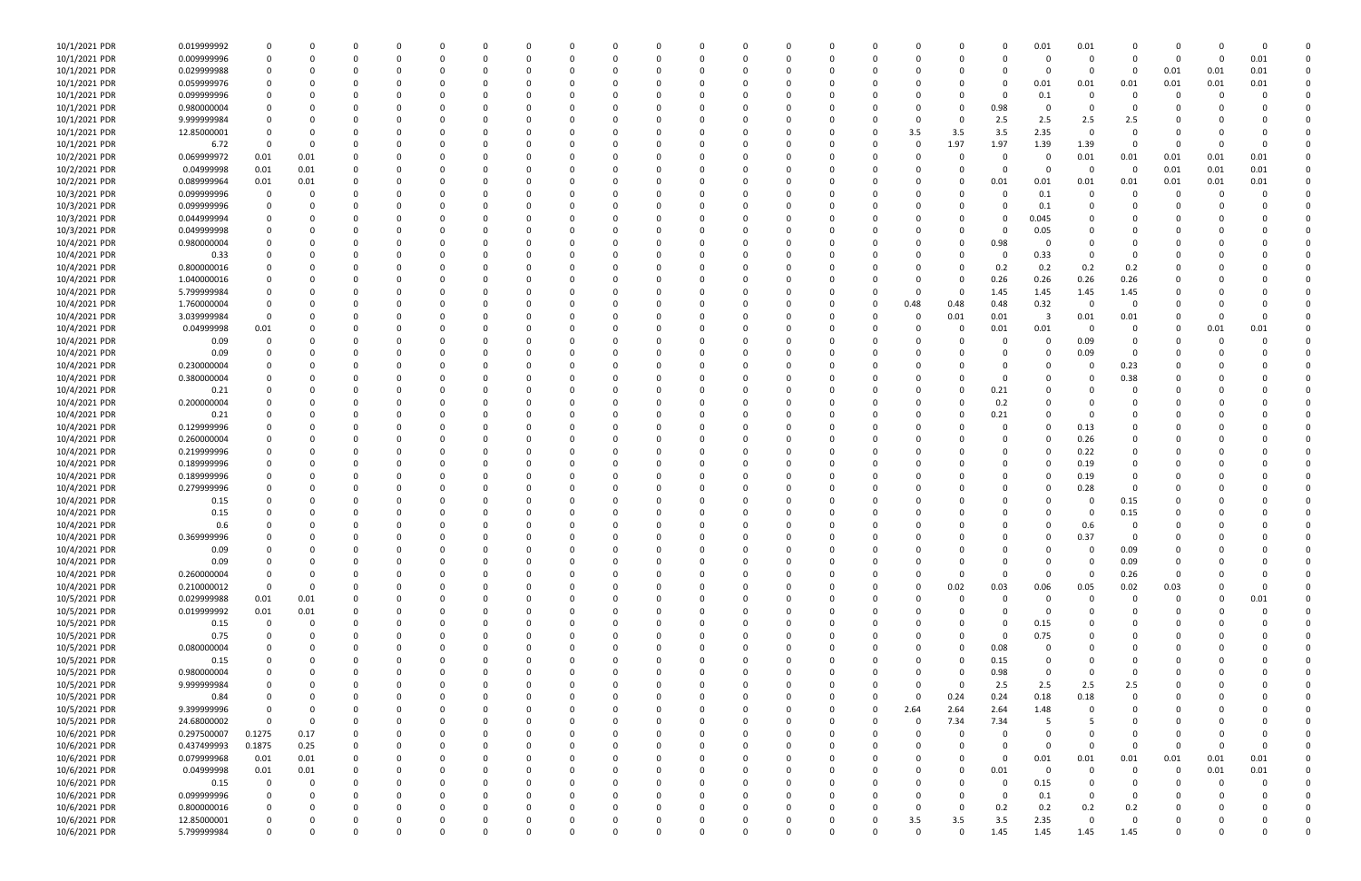| | | | | | | | | | | | | | | | | | | | | | | | | | | | | | | | | | |
|---|---|---|---|---|---|---|---|---|---|---|---|---|---|---|---|---|---|---|---|---|---|---|---|---|---|---|---|---|---|---|---|---|---|
| 10/1/2021 PDR | 0.019999992 | 0 | 0 | 0 | 0 | 0 | 0 | 0 | 0 | 0 | 0 | 0 | 0 | 0 | 0 | 0 | 0 | 0 | 0 | 0 | 0 | 0 | 0 | 0 | 0 | 0 | 0.01 | 0.01 | 0 | 0 | 0 | 0 | 0 |
| 10/1/2021 PDR | 0.009999996 | 0 | 0 | 0 | 0 | 0 | 0 | 0 | 0 | 0 | 0 | 0 | 0 | 0 | 0 | 0 | 0 | 0 | 0 | 0 | 0 | 0 | 0 | 0 | 0 | 0 | 0 | 0 | 0 | 0 | 0 | 0.01 | 0 |
| 10/1/2021 PDR | 0.029999988 | 0 | 0 | 0 | 0 | 0 | 0 | 0 | 0 | 0 | 0 | 0 | 0 | 0 | 0 | 0 | 0 | 0 | 0 | 0 | 0 | 0 | 0 | 0 | 0 | 0 | 0 | 0 | 0 | 0.01 | 0.01 | 0.01 | 0 |
| 10/1/2021 PDR | 0.059999976 | 0 | 0 | 0 | 0 | 0 | 0 | 0 | 0 | 0 | 0 | 0 | 0 | 0 | 0 | 0 | 0 | 0 | 0 | 0 | 0 | 0 | 0 | 0 | 0 | 0 | 0.01 | 0.01 | 0.01 | 0.01 | 0.01 | 0.01 | 0 |
| 10/1/2021 PDR | 0.099999996 | 0 | 0 | 0 | 0 | 0 | 0 | 0 | 0 | 0 | 0 | 0 | 0 | 0 | 0 | 0 | 0 | 0 | 0 | 0 | 0 | 0 | 0 | 0 | 0 | 0 | 0.1 | 0 | 0 | 0 | 0 | 0 | 0 |
| 10/1/2021 PDR | 0.980000004 | 0 | 0 | 0 | 0 | 0 | 0 | 0 | 0 | 0 | 0 | 0 | 0 | 0 | 0 | 0 | 0 | 0 | 0 | 0 | 0 | 0 | 0 | 0 | 0 | 0.98 | 0 | 0 | 0 | 0 | 0 | 0 | 0 |
| 10/1/2021 PDR | 9.999999984 | 0 | 0 | 0 | 0 | 0 | 0 | 0 | 0 | 0 | 0 | 0 | 0 | 0 | 0 | 0 | 0 | 0 | 0 | 0 | 0 | 0 | 0 | 0 | 0 | 2.5 | 2.5 | 2.5 | 2.5 | 0 | 0 | 0 | 0 |
| 10/1/2021 PDR | 12.85000001 | 0 | 0 | 0 | 0 | 0 | 0 | 0 | 0 | 0 | 0 | 0 | 0 | 0 | 0 | 0 | 0 | 0 | 0 | 0 | 0 | 0 | 0 | 3.5 | 3.5 | 3.5 | 2.35 | 0 | 0 | 0 | 0 | 0 | 0 |
| 10/1/2021 PDR | 6.72 | 0 | 0 | 0 | 0 | 0 | 0 | 0 | 0 | 0 | 0 | 0 | 0 | 0 | 0 | 0 | 0 | 0 | 0 | 0 | 0 | 0 | 0 | 0 | 1.97 | 1.97 | 1.39 | 1.39 | 0 | 0 | 0 | 0 | 0 |
| 10/2/2021 PDR | 0.069999972 | 0.01 | 0.01 | 0 | 0 | 0 | 0 | 0 | 0 | 0 | 0 | 0 | 0 | 0 | 0 | 0 | 0 | 0 | 0 | 0 | 0 | 0 | 0 | 0 | 0 | 0 | 0 | 0.01 | 0.01 | 0.01 | 0.01 | 0.01 | 0 |
| 10/2/2021 PDR | 0.04999998 | 0.01 | 0.01 | 0 | 0 | 0 | 0 | 0 | 0 | 0 | 0 | 0 | 0 | 0 | 0 | 0 | 0 | 0 | 0 | 0 | 0 | 0 | 0 | 0 | 0 | 0 | 0 | 0 | 0 | 0.01 | 0.01 | 0.01 | 0 |
| 10/2/2021 PDR | 0.089999964 | 0.01 | 0.01 | 0 | 0 | 0 | 0 | 0 | 0 | 0 | 0 | 0 | 0 | 0 | 0 | 0 | 0 | 0 | 0 | 0 | 0 | 0 | 0 | 0 | 0 | 0.01 | 0.01 | 0.01 | 0.01 | 0.01 | 0.01 | 0.01 | 0 |
| 10/3/2021 PDR | 0.099999996 | 0 | 0 | 0 | 0 | 0 | 0 | 0 | 0 | 0 | 0 | 0 | 0 | 0 | 0 | 0 | 0 | 0 | 0 | 0 | 0 | 0 | 0 | 0 | 0 | 0 | 0.1 | 0 | 0 | 0 | 0 | 0 | 0 |
| 10/3/2021 PDR | 0.099999996 | 0 | 0 | 0 | 0 | 0 | 0 | 0 | 0 | 0 | 0 | 0 | 0 | 0 | 0 | 0 | 0 | 0 | 0 | 0 | 0 | 0 | 0 | 0 | 0 | 0 | 0.1 | 0 | 0 | 0 | 0 | 0 | 0 |
| 10/3/2021 PDR | 0.044999994 | 0 | 0 | 0 | 0 | 0 | 0 | 0 | 0 | 0 | 0 | 0 | 0 | 0 | 0 | 0 | 0 | 0 | 0 | 0 | 0 | 0 | 0 | 0 | 0 | 0 | 0.045 | 0 | 0 | 0 | 0 | 0 | 0 |
| 10/3/2021 PDR | 0.049999998 | 0 | 0 | 0 | 0 | 0 | 0 | 0 | 0 | 0 | 0 | 0 | 0 | 0 | 0 | 0 | 0 | 0 | 0 | 0 | 0 | 0 | 0 | 0 | 0 | 0 | 0.05 | 0 | 0 | 0 | 0 | 0 | 0 |
| 10/4/2021 PDR | 0.980000004 | 0 | 0 | 0 | 0 | 0 | 0 | 0 | 0 | 0 | 0 | 0 | 0 | 0 | 0 | 0 | 0 | 0 | 0 | 0 | 0 | 0 | 0 | 0 | 0 | 0.98 | 0 | 0 | 0 | 0 | 0 | 0 | 0 |
| 10/4/2021 PDR | 0.33 | 0 | 0 | 0 | 0 | 0 | 0 | 0 | 0 | 0 | 0 | 0 | 0 | 0 | 0 | 0 | 0 | 0 | 0 | 0 | 0 | 0 | 0 | 0 | 0 | 0 | 0.33 | 0 | 0 | 0 | 0 | 0 | 0 |
| 10/4/2021 PDR | 0.800000016 | 0 | 0 | 0 | 0 | 0 | 0 | 0 | 0 | 0 | 0 | 0 | 0 | 0 | 0 | 0 | 0 | 0 | 0 | 0 | 0 | 0 | 0 | 0 | 0 | 0.2 | 0.2 | 0.2 | 0.2 | 0 | 0 | 0 | 0 |
| 10/4/2021 PDR | 1.040000016 | 0 | 0 | 0 | 0 | 0 | 0 | 0 | 0 | 0 | 0 | 0 | 0 | 0 | 0 | 0 | 0 | 0 | 0 | 0 | 0 | 0 | 0 | 0 | 0 | 0.26 | 0.26 | 0.26 | 0.26 | 0 | 0 | 0 | 0 |
| 10/4/2021 PDR | 5.799999984 | 0 | 0 | 0 | 0 | 0 | 0 | 0 | 0 | 0 | 0 | 0 | 0 | 0 | 0 | 0 | 0 | 0 | 0 | 0 | 0 | 0 | 0 | 0 | 0 | 1.45 | 1.45 | 1.45 | 1.45 | 0 | 0 | 0 | 0 |
| 10/4/2021 PDR | 1.760000004 | 0 | 0 | 0 | 0 | 0 | 0 | 0 | 0 | 0 | 0 | 0 | 0 | 0 | 0 | 0 | 0 | 0 | 0 | 0 | 0 | 0 | 0 | 0.48 | 0.48 | 0.48 | 0.32 | 0 | 0 | 0 | 0 | 0 | 0 |
| 10/4/2021 PDR | 3.039999984 | 0 | 0 | 0 | 0 | 0 | 0 | 0 | 0 | 0 | 0 | 0 | 0 | 0 | 0 | 0 | 0 | 0 | 0 | 0 | 0 | 0 | 0 | 0 | 0.01 | 0.01 | 3 | 0.01 | 0.01 | 0 | 0 | 0 | 0 |
| 10/4/2021 PDR | 0.04999998 | 0.01 | 0 | 0 | 0 | 0 | 0 | 0 | 0 | 0 | 0 | 0 | 0 | 0 | 0 | 0 | 0 | 0 | 0 | 0 | 0 | 0 | 0 | 0 | 0 | 0.01 | 0.01 | 0 | 0 | 0 | 0.01 | 0.01 | 0 |
| 10/4/2021 PDR | 0.09 | 0 | 0 | 0 | 0 | 0 | 0 | 0 | 0 | 0 | 0 | 0 | 0 | 0 | 0 | 0 | 0 | 0 | 0 | 0 | 0 | 0 | 0 | 0 | 0 | 0 | 0 | 0.09 | 0 | 0 | 0 | 0 | 0 |
| 10/4/2021 PDR | 0.09 | 0 | 0 | 0 | 0 | 0 | 0 | 0 | 0 | 0 | 0 | 0 | 0 | 0 | 0 | 0 | 0 | 0 | 0 | 0 | 0 | 0 | 0 | 0 | 0 | 0 | 0 | 0.09 | 0 | 0 | 0 | 0 | 0 |
| 10/4/2021 PDR | 0.230000004 | 0 | 0 | 0 | 0 | 0 | 0 | 0 | 0 | 0 | 0 | 0 | 0 | 0 | 0 | 0 | 0 | 0 | 0 | 0 | 0 | 0 | 0 | 0 | 0 | 0 | 0 | 0 | 0.23 | 0 | 0 | 0 | 0 |
| 10/4/2021 PDR | 0.380000004 | 0 | 0 | 0 | 0 | 0 | 0 | 0 | 0 | 0 | 0 | 0 | 0 | 0 | 0 | 0 | 0 | 0 | 0 | 0 | 0 | 0 | 0 | 0 | 0 | 0 | 0 | 0 | 0.38 | 0 | 0 | 0 | 0 |
| 10/4/2021 PDR | 0.21 | 0 | 0 | 0 | 0 | 0 | 0 | 0 | 0 | 0 | 0 | 0 | 0 | 0 | 0 | 0 | 0 | 0 | 0 | 0 | 0 | 0 | 0 | 0 | 0 | 0.21 | 0 | 0 | 0 | 0 | 0 | 0 | 0 |
| 10/4/2021 PDR | 0.200000004 | 0 | 0 | 0 | 0 | 0 | 0 | 0 | 0 | 0 | 0 | 0 | 0 | 0 | 0 | 0 | 0 | 0 | 0 | 0 | 0 | 0 | 0 | 0 | 0 | 0.2 | 0 | 0 | 0 | 0 | 0 | 0 | 0 |
| 10/4/2021 PDR | 0.21 | 0 | 0 | 0 | 0 | 0 | 0 | 0 | 0 | 0 | 0 | 0 | 0 | 0 | 0 | 0 | 0 | 0 | 0 | 0 | 0 | 0 | 0 | 0 | 0 | 0.21 | 0 | 0 | 0 | 0 | 0 | 0 | 0 |
| 10/4/2021 PDR | 0.129999996 | 0 | 0 | 0 | 0 | 0 | 0 | 0 | 0 | 0 | 0 | 0 | 0 | 0 | 0 | 0 | 0 | 0 | 0 | 0 | 0 | 0 | 0 | 0 | 0 | 0 | 0 | 0.13 | 0 | 0 | 0 | 0 | 0 |
| 10/4/2021 PDR | 0.260000004 | 0 | 0 | 0 | 0 | 0 | 0 | 0 | 0 | 0 | 0 | 0 | 0 | 0 | 0 | 0 | 0 | 0 | 0 | 0 | 0 | 0 | 0 | 0 | 0 | 0 | 0 | 0.26 | 0 | 0 | 0 | 0 | 0 |
| 10/4/2021 PDR | 0.219999996 | 0 | 0 | 0 | 0 | 0 | 0 | 0 | 0 | 0 | 0 | 0 | 0 | 0 | 0 | 0 | 0 | 0 | 0 | 0 | 0 | 0 | 0 | 0 | 0 | 0 | 0 | 0.22 | 0 | 0 | 0 | 0 | 0 |
| 10/4/2021 PDR | 0.189999996 | 0 | 0 | 0 | 0 | 0 | 0 | 0 | 0 | 0 | 0 | 0 | 0 | 0 | 0 | 0 | 0 | 0 | 0 | 0 | 0 | 0 | 0 | 0 | 0 | 0 | 0 | 0.19 | 0 | 0 | 0 | 0 | 0 |
| 10/4/2021 PDR | 0.189999996 | 0 | 0 | 0 | 0 | 0 | 0 | 0 | 0 | 0 | 0 | 0 | 0 | 0 | 0 | 0 | 0 | 0 | 0 | 0 | 0 | 0 | 0 | 0 | 0 | 0 | 0 | 0.19 | 0 | 0 | 0 | 0 | 0 |
| 10/4/2021 PDR | 0.279999996 | 0 | 0 | 0 | 0 | 0 | 0 | 0 | 0 | 0 | 0 | 0 | 0 | 0 | 0 | 0 | 0 | 0 | 0 | 0 | 0 | 0 | 0 | 0 | 0 | 0 | 0 | 0.28 | 0 | 0 | 0 | 0 | 0 |
| 10/4/2021 PDR | 0.15 | 0 | 0 | 0 | 0 | 0 | 0 | 0 | 0 | 0 | 0 | 0 | 0 | 0 | 0 | 0 | 0 | 0 | 0 | 0 | 0 | 0 | 0 | 0 | 0 | 0 | 0 | 0 | 0.15 | 0 | 0 | 0 | 0 |
| 10/4/2021 PDR | 0.15 | 0 | 0 | 0 | 0 | 0 | 0 | 0 | 0 | 0 | 0 | 0 | 0 | 0 | 0 | 0 | 0 | 0 | 0 | 0 | 0 | 0 | 0 | 0 | 0 | 0 | 0 | 0 | 0.15 | 0 | 0 | 0 | 0 |
| 10/4/2021 PDR | 0.6 | 0 | 0 | 0 | 0 | 0 | 0 | 0 | 0 | 0 | 0 | 0 | 0 | 0 | 0 | 0 | 0 | 0 | 0 | 0 | 0 | 0 | 0 | 0 | 0 | 0 | 0 | 0.6 | 0 | 0 | 0 | 0 | 0 |
| 10/4/2021 PDR | 0.369999996 | 0 | 0 | 0 | 0 | 0 | 0 | 0 | 0 | 0 | 0 | 0 | 0 | 0 | 0 | 0 | 0 | 0 | 0 | 0 | 0 | 0 | 0 | 0 | 0 | 0 | 0 | 0.37 | 0 | 0 | 0 | 0 | 0 |
| 10/4/2021 PDR | 0.09 | 0 | 0 | 0 | 0 | 0 | 0 | 0 | 0 | 0 | 0 | 0 | 0 | 0 | 0 | 0 | 0 | 0 | 0 | 0 | 0 | 0 | 0 | 0 | 0 | 0 | 0 | 0 | 0.09 | 0 | 0 | 0 | 0 |
| 10/4/2021 PDR | 0.09 | 0 | 0 | 0 | 0 | 0 | 0 | 0 | 0 | 0 | 0 | 0 | 0 | 0 | 0 | 0 | 0 | 0 | 0 | 0 | 0 | 0 | 0 | 0 | 0 | 0 | 0 | 0 | 0.09 | 0 | 0 | 0 | 0 |
| 10/4/2021 PDR | 0.260000004 | 0 | 0 | 0 | 0 | 0 | 0 | 0 | 0 | 0 | 0 | 0 | 0 | 0 | 0 | 0 | 0 | 0 | 0 | 0 | 0 | 0 | 0 | 0 | 0 | 0 | 0 | 0 | 0.26 | 0 | 0 | 0 | 0 |
| 10/4/2021 PDR | 0.210000012 | 0 | 0 | 0 | 0 | 0 | 0 | 0 | 0 | 0 | 0 | 0 | 0 | 0 | 0 | 0 | 0 | 0 | 0 | 0 | 0 | 0 | 0 | 0 | 0.02 | 0.03 | 0.06 | 0.05 | 0.02 | 0.03 | 0 | 0 | 0 |
| 10/5/2021 PDR | 0.029999988 | 0.01 | 0.01 | 0 | 0 | 0 | 0 | 0 | 0 | 0 | 0 | 0 | 0 | 0 | 0 | 0 | 0 | 0 | 0 | 0 | 0 | 0 | 0 | 0 | 0 | 0 | 0 | 0 | 0 | 0 | 0 | 0.01 | 0 |
| 10/5/2021 PDR | 0.019999992 | 0.01 | 0.01 | 0 | 0 | 0 | 0 | 0 | 0 | 0 | 0 | 0 | 0 | 0 | 0 | 0 | 0 | 0 | 0 | 0 | 0 | 0 | 0 | 0 | 0 | 0 | 0 | 0 | 0 | 0 | 0 | 0 | 0 |
| 10/5/2021 PDR | 0.15 | 0 | 0 | 0 | 0 | 0 | 0 | 0 | 0 | 0 | 0 | 0 | 0 | 0 | 0 | 0 | 0 | 0 | 0 | 0 | 0 | 0 | 0 | 0 | 0 | 0 | 0.15 | 0 | 0 | 0 | 0 | 0 | 0 |
| 10/5/2021 PDR | 0.75 | 0 | 0 | 0 | 0 | 0 | 0 | 0 | 0 | 0 | 0 | 0 | 0 | 0 | 0 | 0 | 0 | 0 | 0 | 0 | 0 | 0 | 0 | 0 | 0 | 0 | 0.75 | 0 | 0 | 0 | 0 | 0 | 0 |
| 10/5/2021 PDR | 0.080000004 | 0 | 0 | 0 | 0 | 0 | 0 | 0 | 0 | 0 | 0 | 0 | 0 | 0 | 0 | 0 | 0 | 0 | 0 | 0 | 0 | 0 | 0 | 0 | 0 | 0.08 | 0 | 0 | 0 | 0 | 0 | 0 | 0 |
| 10/5/2021 PDR | 0.15 | 0 | 0 | 0 | 0 | 0 | 0 | 0 | 0 | 0 | 0 | 0 | 0 | 0 | 0 | 0 | 0 | 0 | 0 | 0 | 0 | 0 | 0 | 0 | 0 | 0.15 | 0 | 0 | 0 | 0 | 0 | 0 | 0 |
| 10/5/2021 PDR | 0.980000004 | 0 | 0 | 0 | 0 | 0 | 0 | 0 | 0 | 0 | 0 | 0 | 0 | 0 | 0 | 0 | 0 | 0 | 0 | 0 | 0 | 0 | 0 | 0 | 0 | 0.98 | 0 | 0 | 0 | 0 | 0 | 0 | 0 |
| 10/5/2021 PDR | 9.999999984 | 0 | 0 | 0 | 0 | 0 | 0 | 0 | 0 | 0 | 0 | 0 | 0 | 0 | 0 | 0 | 0 | 0 | 0 | 0 | 0 | 0 | 0 | 0 | 0 | 2.5 | 2.5 | 2.5 | 2.5 | 0 | 0 | 0 | 0 |
| 10/5/2021 PDR | 0.84 | 0 | 0 | 0 | 0 | 0 | 0 | 0 | 0 | 0 | 0 | 0 | 0 | 0 | 0 | 0 | 0 | 0 | 0 | 0 | 0 | 0 | 0 | 0 | 0.24 | 0.24 | 0.18 | 0.18 | 0 | 0 | 0 | 0 | 0 |
| 10/5/2021 PDR | 9.399999996 | 0 | 0 | 0 | 0 | 0 | 0 | 0 | 0 | 0 | 0 | 0 | 0 | 0 | 0 | 0 | 0 | 0 | 0 | 0 | 0 | 0 | 0 | 2.64 | 2.64 | 2.64 | 1.48 | 0 | 0 | 0 | 0 | 0 | 0 |
| 10/5/2021 PDR | 24.68000002 | 0 | 0 | 0 | 0 | 0 | 0 | 0 | 0 | 0 | 0 | 0 | 0 | 0 | 0 | 0 | 0 | 0 | 0 | 0 | 0 | 0 | 0 | 0 | 7.34 | 7.34 | 5 | 5 | 0 | 0 | 0 | 0 | 0 |
| 10/6/2021 PDR | 0.297500007 | 0.1275 | 0.17 | 0 | 0 | 0 | 0 | 0 | 0 | 0 | 0 | 0 | 0 | 0 | 0 | 0 | 0 | 0 | 0 | 0 | 0 | 0 | 0 | 0 | 0 | 0 | 0 | 0 | 0 | 0 | 0 | 0 | 0 |
| 10/6/2021 PDR | 0.437499993 | 0.1875 | 0.25 | 0 | 0 | 0 | 0 | 0 | 0 | 0 | 0 | 0 | 0 | 0 | 0 | 0 | 0 | 0 | 0 | 0 | 0 | 0 | 0 | 0 | 0 | 0 | 0 | 0 | 0 | 0 | 0 | 0 | 0 |
| 10/6/2021 PDR | 0.079999968 | 0.01 | 0.01 | 0 | 0 | 0 | 0 | 0 | 0 | 0 | 0 | 0 | 0 | 0 | 0 | 0 | 0 | 0 | 0 | 0 | 0 | 0 | 0 | 0 | 0 | 0 | 0.01 | 0.01 | 0.01 | 0.01 | 0.01 | 0.01 | 0 |
| 10/6/2021 PDR | 0.04999998 | 0.01 | 0.01 | 0 | 0 | 0 | 0 | 0 | 0 | 0 | 0 | 0 | 0 | 0 | 0 | 0 | 0 | 0 | 0 | 0 | 0 | 0 | 0 | 0 | 0 | 0.01 | 0 | 0 | 0 | 0 | 0.01 | 0.01 | 0 |
| 10/6/2021 PDR | 0.15 | 0 | 0 | 0 | 0 | 0 | 0 | 0 | 0 | 0 | 0 | 0 | 0 | 0 | 0 | 0 | 0 | 0 | 0 | 0 | 0 | 0 | 0 | 0 | 0 | 0 | 0.15 | 0 | 0 | 0 | 0 | 0 | 0 |
| 10/6/2021 PDR | 0.099999996 | 0 | 0 | 0 | 0 | 0 | 0 | 0 | 0 | 0 | 0 | 0 | 0 | 0 | 0 | 0 | 0 | 0 | 0 | 0 | 0 | 0 | 0 | 0 | 0 | 0 | 0.1 | 0 | 0 | 0 | 0 | 0 | 0 |
| 10/6/2021 PDR | 0.800000016 | 0 | 0 | 0 | 0 | 0 | 0 | 0 | 0 | 0 | 0 | 0 | 0 | 0 | 0 | 0 | 0 | 0 | 0 | 0 | 0 | 0 | 0 | 0 | 0 | 0.2 | 0.2 | 0.2 | 0.2 | 0 | 0 | 0 | 0 |
| 10/6/2021 PDR | 12.85000001 | 0 | 0 | 0 | 0 | 0 | 0 | 0 | 0 | 0 | 0 | 0 | 0 | 0 | 0 | 0 | 0 | 0 | 0 | 0 | 0 | 0 | 0 | 3.5 | 3.5 | 3.5 | 2.35 | 0 | 0 | 0 | 0 | 0 | 0 |
| 10/6/2021 PDR | 5.799999984 | 0 | 0 | 0 | 0 | 0 | 0 | 0 | 0 | 0 | 0 | 0 | 0 | 0 | 0 | 0 | 0 | 0 | 0 | 0 | 0 | 0 | 0 | 0 | 0 | 1.45 | 1.45 | 1.45 | 1.45 | 0 | 0 | 0 | 0 |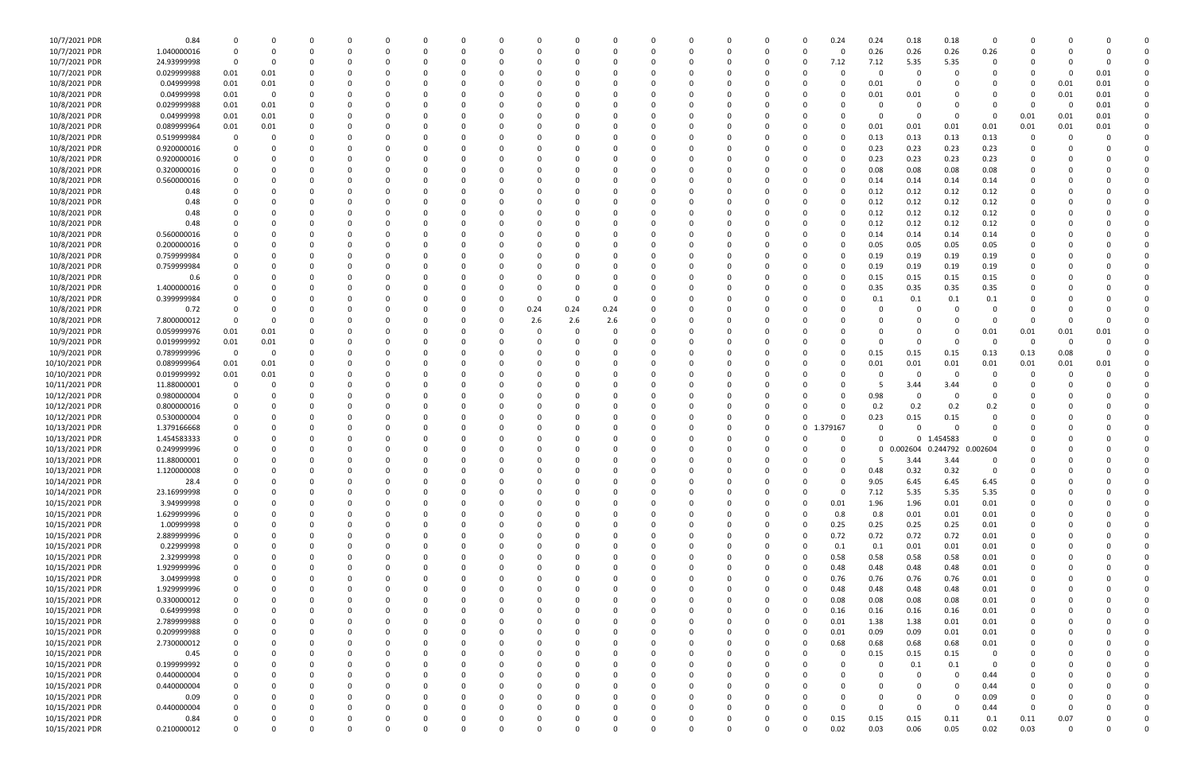| | | | | | | | | | | | | | | | | | | | | | | | | | | | | |
|---|---|---|---|---|---|---|---|---|---|---|---|---|---|---|---|---|---|---|---|---|---|---|---|---|---|---|---|---|
| 10/7/2021 PDR | 0.84 | 0 | 0 | 0 | 0 | 0 | 0 | 0 | 0 | 0 | 0 | 0 | 0 | 0 | 0 | 0 | 0 | 0 | 0.24 | 0.24 | 0.18 | 0.18 | 0 | 0 | 0 | 0 | 0 | 0 |
| 10/7/2021 PDR | 1.040000016 | 0 | 0 | 0 | 0 | 0 | 0 | 0 | 0 | 0 | 0 | 0 | 0 | 0 | 0 | 0 | 0 | 0 | 0 | 0.26 | 0.26 | 0.26 | 0.26 | 0 | 0 | 0 | 0 | 0 |
| 10/7/2021 PDR | 24.93999998 | 0 | 0 | 0 | 0 | 0 | 0 | 0 | 0 | 0 | 0 | 0 | 0 | 0 | 0 | 0 | 0 | 0 | 7.12 | 7.12 | 5.35 | 5.35 | 0 | 0 | 0 | 0 | 0 | 0 |
| 10/7/2021 PDR | 0.029999988 | 0.01 | 0.01 | 0 | 0 | 0 | 0 | 0 | 0 | 0 | 0 | 0 | 0 | 0 | 0 | 0 | 0 | 0 | 0 | 0 | 0 | 0 | 0 | 0 | 0 | 0.01 | 0 | 0 |
| 10/8/2021 PDR | 0.04999998 | 0.01 | 0.01 | 0 | 0 | 0 | 0 | 0 | 0 | 0 | 0 | 0 | 0 | 0 | 0 | 0 | 0 | 0 | 0 | 0.01 | 0 | 0 | 0 | 0 | 0.01 | 0.01 | 0 | 0 |
| 10/8/2021 PDR | 0.04999998 | 0.01 | 0 | 0 | 0 | 0 | 0 | 0 | 0 | 0 | 0 | 0 | 0 | 0 | 0 | 0 | 0 | 0 | 0 | 0.01 | 0.01 | 0 | 0 | 0 | 0.01 | 0.01 | 0 | 0 |
| 10/8/2021 PDR | 0.029999988 | 0.01 | 0.01 | 0 | 0 | 0 | 0 | 0 | 0 | 0 | 0 | 0 | 0 | 0 | 0 | 0 | 0 | 0 | 0 | 0 | 0 | 0 | 0 | 0 | 0 | 0.01 | 0 | 0 |
| 10/8/2021 PDR | 0.04999998 | 0.01 | 0.01 | 0 | 0 | 0 | 0 | 0 | 0 | 0 | 0 | 0 | 0 | 0 | 0 | 0 | 0 | 0 | 0 | 0 | 0 | 0 | 0 | 0.01 | 0.01 | 0.01 | 0 | 0 |
| 10/8/2021 PDR | 0.089999964 | 0.01 | 0.01 | 0 | 0 | 0 | 0 | 0 | 0 | 0 | 0 | 0 | 0 | 0 | 0 | 0 | 0 | 0 | 0 | 0.01 | 0.01 | 0.01 | 0.01 | 0.01 | 0.01 | 0.01 | 0 | 0 |
| 10/8/2021 PDR | 0.519999984 | 0 | 0 | 0 | 0 | 0 | 0 | 0 | 0 | 0 | 0 | 0 | 0 | 0 | 0 | 0 | 0 | 0 | 0 | 0.13 | 0.13 | 0.13 | 0.13 | 0 | 0 | 0 | 0 | 0 |
| 10/8/2021 PDR | 0.920000016 | 0 | 0 | 0 | 0 | 0 | 0 | 0 | 0 | 0 | 0 | 0 | 0 | 0 | 0 | 0 | 0 | 0 | 0 | 0.23 | 0.23 | 0.23 | 0.23 | 0 | 0 | 0 | 0 | 0 |
| 10/8/2021 PDR | 0.920000016 | 0 | 0 | 0 | 0 | 0 | 0 | 0 | 0 | 0 | 0 | 0 | 0 | 0 | 0 | 0 | 0 | 0 | 0 | 0.23 | 0.23 | 0.23 | 0.23 | 0 | 0 | 0 | 0 | 0 |
| 10/8/2021 PDR | 0.320000016 | 0 | 0 | 0 | 0 | 0 | 0 | 0 | 0 | 0 | 0 | 0 | 0 | 0 | 0 | 0 | 0 | 0 | 0 | 0.08 | 0.08 | 0.08 | 0.08 | 0 | 0 | 0 | 0 | 0 |
| 10/8/2021 PDR | 0.560000016 | 0 | 0 | 0 | 0 | 0 | 0 | 0 | 0 | 0 | 0 | 0 | 0 | 0 | 0 | 0 | 0 | 0 | 0 | 0.14 | 0.14 | 0.14 | 0.14 | 0 | 0 | 0 | 0 | 0 |
| 10/8/2021 PDR | 0.48 | 0 | 0 | 0 | 0 | 0 | 0 | 0 | 0 | 0 | 0 | 0 | 0 | 0 | 0 | 0 | 0 | 0 | 0 | 0.12 | 0.12 | 0.12 | 0.12 | 0 | 0 | 0 | 0 | 0 |
| 10/8/2021 PDR | 0.48 | 0 | 0 | 0 | 0 | 0 | 0 | 0 | 0 | 0 | 0 | 0 | 0 | 0 | 0 | 0 | 0 | 0 | 0 | 0.12 | 0.12 | 0.12 | 0.12 | 0 | 0 | 0 | 0 | 0 |
| 10/8/2021 PDR | 0.48 | 0 | 0 | 0 | 0 | 0 | 0 | 0 | 0 | 0 | 0 | 0 | 0 | 0 | 0 | 0 | 0 | 0 | 0 | 0.12 | 0.12 | 0.12 | 0.12 | 0 | 0 | 0 | 0 | 0 |
| 10/8/2021 PDR | 0.48 | 0 | 0 | 0 | 0 | 0 | 0 | 0 | 0 | 0 | 0 | 0 | 0 | 0 | 0 | 0 | 0 | 0 | 0 | 0.12 | 0.12 | 0.12 | 0.12 | 0 | 0 | 0 | 0 | 0 |
| 10/8/2021 PDR | 0.560000016 | 0 | 0 | 0 | 0 | 0 | 0 | 0 | 0 | 0 | 0 | 0 | 0 | 0 | 0 | 0 | 0 | 0 | 0 | 0.14 | 0.14 | 0.14 | 0.14 | 0 | 0 | 0 | 0 | 0 |
| 10/8/2021 PDR | 0.200000016 | 0 | 0 | 0 | 0 | 0 | 0 | 0 | 0 | 0 | 0 | 0 | 0 | 0 | 0 | 0 | 0 | 0 | 0 | 0.05 | 0.05 | 0.05 | 0.05 | 0 | 0 | 0 | 0 | 0 |
| 10/8/2021 PDR | 0.759999984 | 0 | 0 | 0 | 0 | 0 | 0 | 0 | 0 | 0 | 0 | 0 | 0 | 0 | 0 | 0 | 0 | 0 | 0 | 0.19 | 0.19 | 0.19 | 0.19 | 0 | 0 | 0 | 0 | 0 |
| 10/8/2021 PDR | 0.759999984 | 0 | 0 | 0 | 0 | 0 | 0 | 0 | 0 | 0 | 0 | 0 | 0 | 0 | 0 | 0 | 0 | 0 | 0 | 0.19 | 0.19 | 0.19 | 0.19 | 0 | 0 | 0 | 0 | 0 |
| 10/8/2021 PDR | 0.6 | 0 | 0 | 0 | 0 | 0 | 0 | 0 | 0 | 0 | 0 | 0 | 0 | 0 | 0 | 0 | 0 | 0 | 0 | 0.15 | 0.15 | 0.15 | 0.15 | 0 | 0 | 0 | 0 | 0 |
| 10/8/2021 PDR | 1.400000016 | 0 | 0 | 0 | 0 | 0 | 0 | 0 | 0 | 0 | 0 | 0 | 0 | 0 | 0 | 0 | 0 | 0 | 0 | 0.35 | 0.35 | 0.35 | 0.35 | 0 | 0 | 0 | 0 | 0 |
| 10/8/2021 PDR | 0.399999984 | 0 | 0 | 0 | 0 | 0 | 0 | 0 | 0 | 0 | 0 | 0 | 0 | 0 | 0 | 0 | 0 | 0 | 0 | 0.1 | 0.1 | 0.1 | 0.1 | 0 | 0 | 0 | 0 | 0 |
| 10/8/2021 PDR | 0.72 | 0 | 0 | 0 | 0 | 0 | 0 | 0 | 0 | 0 | 0 | 0.24 | 0.24 | 0.24 | 0 | 0 | 0 | 0 | 0 | 0 | 0 | 0 | 0 | 0 | 0 | 0 | 0 | 0 |
| 10/8/2021 PDR | 7.800000012 | 0 | 0 | 0 | 0 | 0 | 0 | 0 | 0 | 0 | 0 | 2.6 | 2.6 | 2.6 | 0 | 0 | 0 | 0 | 0 | 0 | 0 | 0 | 0 | 0 | 0 | 0 | 0 | 0 |
| 10/9/2021 PDR | 0.059999976 | 0.01 | 0.01 | 0 | 0 | 0 | 0 | 0 | 0 | 0 | 0 | 0 | 0 | 0 | 0 | 0 | 0 | 0 | 0 | 0 | 0 | 0 | 0.01 | 0.01 | 0.01 | 0.01 | 0 | 0 |
| 10/9/2021 PDR | 0.019999992 | 0.01 | 0.01 | 0 | 0 | 0 | 0 | 0 | 0 | 0 | 0 | 0 | 0 | 0 | 0 | 0 | 0 | 0 | 0 | 0 | 0 | 0 | 0 | 0 | 0 | 0 | 0 | 0 |
| 10/9/2021 PDR | 0.789999996 | 0 | 0 | 0 | 0 | 0 | 0 | 0 | 0 | 0 | 0 | 0 | 0 | 0 | 0 | 0 | 0 | 0 | 0 | 0.15 | 0.15 | 0.15 | 0.13 | 0.13 | 0.08 | 0 | 0 | 0 |
| 10/10/2021 PDR | 0.089999964 | 0.01 | 0.01 | 0 | 0 | 0 | 0 | 0 | 0 | 0 | 0 | 0 | 0 | 0 | 0 | 0 | 0 | 0 | 0 | 0.01 | 0.01 | 0.01 | 0.01 | 0.01 | 0.01 | 0.01 | 0 | 0 |
| 10/10/2021 PDR | 0.019999992 | 0.01 | 0.01 | 0 | 0 | 0 | 0 | 0 | 0 | 0 | 0 | 0 | 0 | 0 | 0 | 0 | 0 | 0 | 0 | 0 | 0 | 0 | 0 | 0 | 0 | 0 | 0 | 0 |
| 10/11/2021 PDR | 11.88000001 | 0 | 0 | 0 | 0 | 0 | 0 | 0 | 0 | 0 | 0 | 0 | 0 | 0 | 0 | 0 | 0 | 0 | 0 | 5 | 3.44 | 3.44 | 0 | 0 | 0 | 0 | 0 | 0 |
| 10/12/2021 PDR | 0.980000004 | 0 | 0 | 0 | 0 | 0 | 0 | 0 | 0 | 0 | 0 | 0 | 0 | 0 | 0 | 0 | 0 | 0 | 0 | 0.98 | 0 | 0 | 0 | 0 | 0 | 0 | 0 | 0 |
| 10/12/2021 PDR | 0.800000016 | 0 | 0 | 0 | 0 | 0 | 0 | 0 | 0 | 0 | 0 | 0 | 0 | 0 | 0 | 0 | 0 | 0 | 0 | 0.2 | 0.2 | 0.2 | 0.2 | 0 | 0 | 0 | 0 | 0 |
| 10/12/2021 PDR | 0.530000004 | 0 | 0 | 0 | 0 | 0 | 0 | 0 | 0 | 0 | 0 | 0 | 0 | 0 | 0 | 0 | 0 | 0 | 0 | 0.23 | 0.15 | 0.15 | 0 | 0 | 0 | 0 | 0 | 0 |
| 10/13/2021 PDR | 1.379166668 | 0 | 0 | 0 | 0 | 0 | 0 | 0 | 0 | 0 | 0 | 0 | 0 | 0 | 0 | 0 | 0 | 0 | 1.379167 | 0 | 0 | 0 | 0 | 0 | 0 | 0 | 0 | 0 |
| 10/13/2021 PDR | 1.454583333 | 0 | 0 | 0 | 0 | 0 | 0 | 0 | 0 | 0 | 0 | 0 | 0 | 0 | 0 | 0 | 0 | 0 | 0 | 0 | 0 | 1.454583 | 0 | 0 | 0 | 0 | 0 | 0 |
| 10/13/2021 PDR | 0.249999996 | 0 | 0 | 0 | 0 | 0 | 0 | 0 | 0 | 0 | 0 | 0 | 0 | 0 | 0 | 0 | 0 | 0 | 0 | 0 | 0.002604 | 0.244792 | 0.002604 | 0 | 0 | 0 | 0 | 0 |
| 10/13/2021 PDR | 11.88000001 | 0 | 0 | 0 | 0 | 0 | 0 | 0 | 0 | 0 | 0 | 0 | 0 | 0 | 0 | 0 | 0 | 0 | 0 | 5 | 3.44 | 3.44 | 0 | 0 | 0 | 0 | 0 | 0 |
| 10/13/2021 PDR | 1.120000008 | 0 | 0 | 0 | 0 | 0 | 0 | 0 | 0 | 0 | 0 | 0 | 0 | 0 | 0 | 0 | 0 | 0 | 0 | 0.48 | 0.32 | 0.32 | 0 | 0 | 0 | 0 | 0 | 0 |
| 10/14/2021 PDR | 28.4 | 0 | 0 | 0 | 0 | 0 | 0 | 0 | 0 | 0 | 0 | 0 | 0 | 0 | 0 | 0 | 0 | 0 | 0 | 9.05 | 6.45 | 6.45 | 6.45 | 0 | 0 | 0 | 0 | 0 |
| 10/14/2021 PDR | 23.16999998 | 0 | 0 | 0 | 0 | 0 | 0 | 0 | 0 | 0 | 0 | 0 | 0 | 0 | 0 | 0 | 0 | 0 | 0 | 7.12 | 5.35 | 5.35 | 5.35 | 0 | 0 | 0 | 0 | 0 |
| 10/15/2021 PDR | 3.94999998 | 0 | 0 | 0 | 0 | 0 | 0 | 0 | 0 | 0 | 0 | 0 | 0 | 0 | 0 | 0 | 0 | 0 | 0.01 | 1.96 | 1.96 | 0.01 | 0.01 | 0 | 0 | 0 | 0 | 0 |
| 10/15/2021 PDR | 1.629999996 | 0 | 0 | 0 | 0 | 0 | 0 | 0 | 0 | 0 | 0 | 0 | 0 | 0 | 0 | 0 | 0 | 0 | 0.8 | 0.8 | 0.01 | 0.01 | 0.01 | 0 | 0 | 0 | 0 | 0 |
| 10/15/2021 PDR | 1.00999998 | 0 | 0 | 0 | 0 | 0 | 0 | 0 | 0 | 0 | 0 | 0 | 0 | 0 | 0 | 0 | 0 | 0 | 0.25 | 0.25 | 0.25 | 0.25 | 0.01 | 0 | 0 | 0 | 0 | 0 |
| 10/15/2021 PDR | 2.889999996 | 0 | 0 | 0 | 0 | 0 | 0 | 0 | 0 | 0 | 0 | 0 | 0 | 0 | 0 | 0 | 0 | 0 | 0.72 | 0.72 | 0.72 | 0.72 | 0.01 | 0 | 0 | 0 | 0 | 0 |
| 10/15/2021 PDR | 0.22999998 | 0 | 0 | 0 | 0 | 0 | 0 | 0 | 0 | 0 | 0 | 0 | 0 | 0 | 0 | 0 | 0 | 0 | 0.1 | 0.1 | 0.01 | 0.01 | 0.01 | 0 | 0 | 0 | 0 | 0 |
| 10/15/2021 PDR | 2.32999998 | 0 | 0 | 0 | 0 | 0 | 0 | 0 | 0 | 0 | 0 | 0 | 0 | 0 | 0 | 0 | 0 | 0 | 0.58 | 0.58 | 0.58 | 0.58 | 0.01 | 0 | 0 | 0 | 0 | 0 |
| 10/15/2021 PDR | 1.929999996 | 0 | 0 | 0 | 0 | 0 | 0 | 0 | 0 | 0 | 0 | 0 | 0 | 0 | 0 | 0 | 0 | 0 | 0.48 | 0.48 | 0.48 | 0.48 | 0.01 | 0 | 0 | 0 | 0 | 0 |
| 10/15/2021 PDR | 3.04999998 | 0 | 0 | 0 | 0 | 0 | 0 | 0 | 0 | 0 | 0 | 0 | 0 | 0 | 0 | 0 | 0 | 0 | 0.76 | 0.76 | 0.76 | 0.76 | 0.01 | 0 | 0 | 0 | 0 | 0 |
| 10/15/2021 PDR | 1.929999996 | 0 | 0 | 0 | 0 | 0 | 0 | 0 | 0 | 0 | 0 | 0 | 0 | 0 | 0 | 0 | 0 | 0 | 0.48 | 0.48 | 0.48 | 0.48 | 0.01 | 0 | 0 | 0 | 0 | 0 |
| 10/15/2021 PDR | 0.330000012 | 0 | 0 | 0 | 0 | 0 | 0 | 0 | 0 | 0 | 0 | 0 | 0 | 0 | 0 | 0 | 0 | 0 | 0.08 | 0.08 | 0.08 | 0.08 | 0.01 | 0 | 0 | 0 | 0 | 0 |
| 10/15/2021 PDR | 0.64999998 | 0 | 0 | 0 | 0 | 0 | 0 | 0 | 0 | 0 | 0 | 0 | 0 | 0 | 0 | 0 | 0 | 0 | 0.16 | 0.16 | 0.16 | 0.16 | 0.01 | 0 | 0 | 0 | 0 | 0 |
| 10/15/2021 PDR | 2.789999988 | 0 | 0 | 0 | 0 | 0 | 0 | 0 | 0 | 0 | 0 | 0 | 0 | 0 | 0 | 0 | 0 | 0 | 0.01 | 1.38 | 1.38 | 0.01 | 0.01 | 0 | 0 | 0 | 0 | 0 |
| 10/15/2021 PDR | 0.209999988 | 0 | 0 | 0 | 0 | 0 | 0 | 0 | 0 | 0 | 0 | 0 | 0 | 0 | 0 | 0 | 0 | 0 | 0.01 | 0.09 | 0.09 | 0.01 | 0.01 | 0 | 0 | 0 | 0 | 0 |
| 10/15/2021 PDR | 2.730000012 | 0 | 0 | 0 | 0 | 0 | 0 | 0 | 0 | 0 | 0 | 0 | 0 | 0 | 0 | 0 | 0 | 0 | 0.68 | 0.68 | 0.68 | 0.68 | 0.01 | 0 | 0 | 0 | 0 | 0 |
| 10/15/2021 PDR | 0.45 | 0 | 0 | 0 | 0 | 0 | 0 | 0 | 0 | 0 | 0 | 0 | 0 | 0 | 0 | 0 | 0 | 0 | 0 | 0.15 | 0.15 | 0.15 | 0 | 0 | 0 | 0 | 0 | 0 |
| 10/15/2021 PDR | 0.199999992 | 0 | 0 | 0 | 0 | 0 | 0 | 0 | 0 | 0 | 0 | 0 | 0 | 0 | 0 | 0 | 0 | 0 | 0 | 0 | 0.1 | 0.1 | 0 | 0 | 0 | 0 | 0 | 0 |
| 10/15/2021 PDR | 0.440000004 | 0 | 0 | 0 | 0 | 0 | 0 | 0 | 0 | 0 | 0 | 0 | 0 | 0 | 0 | 0 | 0 | 0 | 0 | 0 | 0 | 0 | 0.44 | 0 | 0 | 0 | 0 | 0 |
| 10/15/2021 PDR | 0.440000004 | 0 | 0 | 0 | 0 | 0 | 0 | 0 | 0 | 0 | 0 | 0 | 0 | 0 | 0 | 0 | 0 | 0 | 0 | 0 | 0 | 0 | 0.44 | 0 | 0 | 0 | 0 | 0 |
| 10/15/2021 PDR | 0.09 | 0 | 0 | 0 | 0 | 0 | 0 | 0 | 0 | 0 | 0 | 0 | 0 | 0 | 0 | 0 | 0 | 0 | 0 | 0 | 0 | 0 | 0.09 | 0 | 0 | 0 | 0 | 0 |
| 10/15/2021 PDR | 0.440000004 | 0 | 0 | 0 | 0 | 0 | 0 | 0 | 0 | 0 | 0 | 0 | 0 | 0 | 0 | 0 | 0 | 0 | 0 | 0 | 0 | 0 | 0.44 | 0 | 0 | 0 | 0 | 0 |
| 10/15/2021 PDR | 0.84 | 0 | 0 | 0 | 0 | 0 | 0 | 0 | 0 | 0 | 0 | 0 | 0 | 0 | 0 | 0 | 0 | 0 | 0.15 | 0.15 | 0.15 | 0.11 | 0.1 | 0.11 | 0.07 | 0 | 0 | 0 |
| 10/15/2021 PDR | 0.210000012 | 0 | 0 | 0 | 0 | 0 | 0 | 0 | 0 | 0 | 0 | 0 | 0 | 0 | 0 | 0 | 0 | 0 | 0.02 | 0.03 | 0.06 | 0.05 | 0.02 | 0.03 | 0 | 0 | 0 | 0 |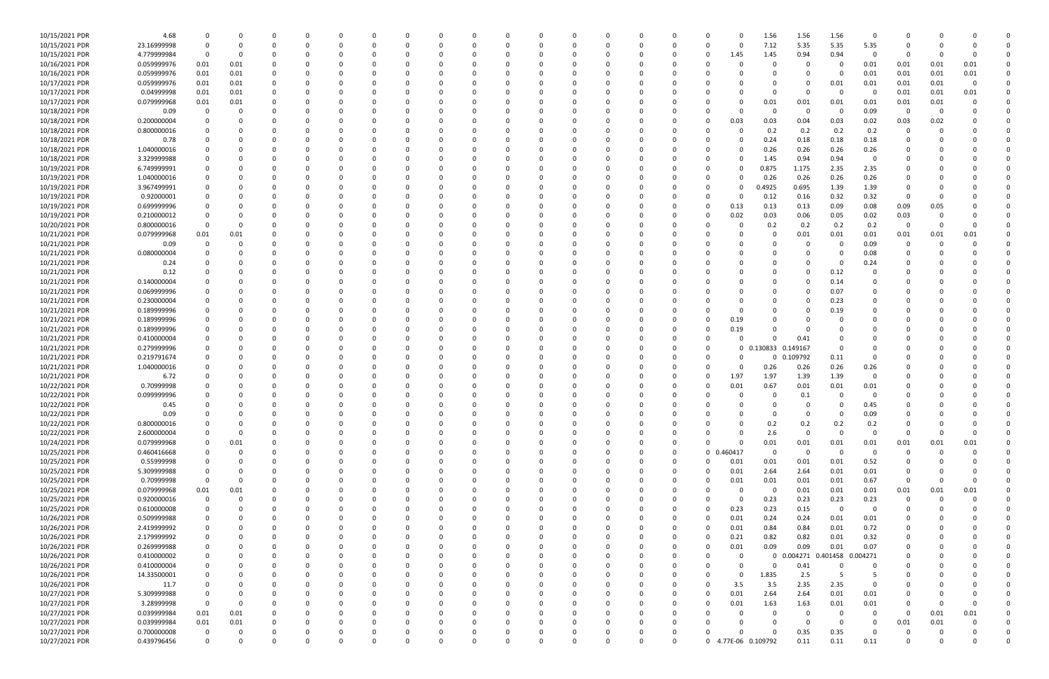| | | | | | | | | | | | | | | | | | | | | | | | | | | | | | |
|---|---|---|---|---|---|---|---|---|---|---|---|---|---|---|---|---|---|---|---|---|---|---|---|---|---|---|---|---|---|
| 10/15/2021 PDR | 4.68 | 0 | 0 | 0 | 0 | 0 | 0 | 0 | 0 | 0 | 0 | 0 | 0 | 0 | 0 | 0 | 0 | 0 | 0 | 0 | 1.56 | 1.56 | 1.56 | 0 | 0 | 0 | 0 | 0 | 0 |
| 10/15/2021 PDR | 23.16999998 | 0 | 0 | 0 | 0 | 0 | 0 | 0 | 0 | 0 | 0 | 0 | 0 | 0 | 0 | 0 | 0 | 0 | 0 | 0 | 7.12 | 5.35 | 5.35 | 5.35 | 0 | 0 | 0 | 0 | 0 |
| 10/15/2021 PDR | 4.779999984 | 0 | 0 | 0 | 0 | 0 | 0 | 0 | 0 | 0 | 0 | 0 | 0 | 0 | 0 | 0 | 0 | 0 | 0 | 1.45 | 1.45 | 0.94 | 0.94 | 0 | 0 | 0 | 0 | 0 | 0 |
| 10/16/2021 PDR | 0.059999976 | 0.01 | 0.01 | 0 | 0 | 0 | 0 | 0 | 0 | 0 | 0 | 0 | 0 | 0 | 0 | 0 | 0 | 0 | 0 | 0 | 0 | 0 | 0 | 0.01 | 0.01 | 0.01 | 0.01 | 0 | 0 |
| 10/16/2021 PDR | 0.059999976 | 0.01 | 0.01 | 0 | 0 | 0 | 0 | 0 | 0 | 0 | 0 | 0 | 0 | 0 | 0 | 0 | 0 | 0 | 0 | 0 | 0 | 0 | 0 | 0.01 | 0.01 | 0.01 | 0.01 | 0 | 0 |
| 10/17/2021 PDR | 0.059999976 | 0.01 | 0.01 | 0 | 0 | 0 | 0 | 0 | 0 | 0 | 0 | 0 | 0 | 0 | 0 | 0 | 0 | 0 | 0 | 0 | 0 | 0 | 0.01 | 0.01 | 0.01 | 0.01 | 0 | 0 | 0 |
| 10/17/2021 PDR | 0.04999998 | 0.01 | 0.01 | 0 | 0 | 0 | 0 | 0 | 0 | 0 | 0 | 0 | 0 | 0 | 0 | 0 | 0 | 0 | 0 | 0 | 0 | 0 | 0 | 0 | 0.01 | 0.01 | 0.01 | 0 | 0 |
| 10/17/2021 PDR | 0.079999968 | 0.01 | 0.01 | 0 | 0 | 0 | 0 | 0 | 0 | 0 | 0 | 0 | 0 | 0 | 0 | 0 | 0 | 0 | 0 | 0 | 0.01 | 0.01 | 0.01 | 0.01 | 0.01 | 0.01 | 0 | 0 | 0 |
| 10/18/2021 PDR | 0.09 | 0 | 0 | 0 | 0 | 0 | 0 | 0 | 0 | 0 | 0 | 0 | 0 | 0 | 0 | 0 | 0 | 0 | 0 | 0 | 0 | 0 | 0 | 0.09 | 0 | 0 | 0 | 0 | 0 |
| 10/18/2021 PDR | 0.200000004 | 0 | 0 | 0 | 0 | 0 | 0 | 0 | 0 | 0 | 0 | 0 | 0 | 0 | 0 | 0 | 0 | 0 | 0 | 0.03 | 0.03 | 0.04 | 0.03 | 0.02 | 0.03 | 0.02 | 0 | 0 | 0 |
| 10/18/2021 PDR | 0.800000016 | 0 | 0 | 0 | 0 | 0 | 0 | 0 | 0 | 0 | 0 | 0 | 0 | 0 | 0 | 0 | 0 | 0 | 0 | 0 | 0.2 | 0.2 | 0.2 | 0.2 | 0 | 0 | 0 | 0 | 0 |
| 10/18/2021 PDR | 0.78 | 0 | 0 | 0 | 0 | 0 | 0 | 0 | 0 | 0 | 0 | 0 | 0 | 0 | 0 | 0 | 0 | 0 | 0 | 0 | 0.24 | 0.18 | 0.18 | 0.18 | 0 | 0 | 0 | 0 | 0 |
| 10/18/2021 PDR | 1.040000016 | 0 | 0 | 0 | 0 | 0 | 0 | 0 | 0 | 0 | 0 | 0 | 0 | 0 | 0 | 0 | 0 | 0 | 0 | 0 | 0.26 | 0.26 | 0.26 | 0.26 | 0 | 0 | 0 | 0 | 0 |
| 10/18/2021 PDR | 3.329999988 | 0 | 0 | 0 | 0 | 0 | 0 | 0 | 0 | 0 | 0 | 0 | 0 | 0 | 0 | 0 | 0 | 0 | 0 | 0 | 1.45 | 0.94 | 0.94 | 0 | 0 | 0 | 0 | 0 | 0 |
| 10/19/2021 PDR | 6.749999991 | 0 | 0 | 0 | 0 | 0 | 0 | 0 | 0 | 0 | 0 | 0 | 0 | 0 | 0 | 0 | 0 | 0 | 0 | 0 | 0.875 | 1.175 | 2.35 | 2.35 | 0 | 0 | 0 | 0 | 0 |
| 10/19/2021 PDR | 1.040000016 | 0 | 0 | 0 | 0 | 0 | 0 | 0 | 0 | 0 | 0 | 0 | 0 | 0 | 0 | 0 | 0 | 0 | 0 | 0 | 0.26 | 0.26 | 0.26 | 0.26 | 0 | 0 | 0 | 0 | 0 |
| 10/19/2021 PDR | 3.967499991 | 0 | 0 | 0 | 0 | 0 | 0 | 0 | 0 | 0 | 0 | 0 | 0 | 0 | 0 | 0 | 0 | 0 | 0 | 0 | 0.4925 | 0.695 | 1.39 | 1.39 | 0 | 0 | 0 | 0 | 0 |
| 10/19/2021 PDR | 0.92000001 | 0 | 0 | 0 | 0 | 0 | 0 | 0 | 0 | 0 | 0 | 0 | 0 | 0 | 0 | 0 | 0 | 0 | 0 | 0 | 0.12 | 0.16 | 0.32 | 0.32 | 0 | 0 | 0 | 0 | 0 |
| 10/19/2021 PDR | 0.699999996 | 0 | 0 | 0 | 0 | 0 | 0 | 0 | 0 | 0 | 0 | 0 | 0 | 0 | 0 | 0 | 0 | 0 | 0 | 0.13 | 0.13 | 0.13 | 0.09 | 0.08 | 0.09 | 0.05 | 0 | 0 | 0 |
| 10/19/2021 PDR | 0.210000012 | 0 | 0 | 0 | 0 | 0 | 0 | 0 | 0 | 0 | 0 | 0 | 0 | 0 | 0 | 0 | 0 | 0 | 0 | 0.02 | 0.03 | 0.06 | 0.05 | 0.02 | 0.03 | 0 | 0 | 0 | 0 |
| 10/20/2021 PDR | 0.800000016 | 0 | 0 | 0 | 0 | 0 | 0 | 0 | 0 | 0 | 0 | 0 | 0 | 0 | 0 | 0 | 0 | 0 | 0 | 0 | 0.2 | 0.2 | 0.2 | 0.2 | 0 | 0 | 0 | 0 | 0 |
| 10/21/2021 PDR | 0.079999968 | 0.01 | 0.01 | 0 | 0 | 0 | 0 | 0 | 0 | 0 | 0 | 0 | 0 | 0 | 0 | 0 | 0 | 0 | 0 | 0 | 0 | 0.01 | 0.01 | 0.01 | 0.01 | 0.01 | 0.01 | 0 | 0 |
| 10/21/2021 PDR | 0.09 | 0 | 0 | 0 | 0 | 0 | 0 | 0 | 0 | 0 | 0 | 0 | 0 | 0 | 0 | 0 | 0 | 0 | 0 | 0 | 0 | 0 | 0 | 0.09 | 0 | 0 | 0 | 0 | 0 |
| 10/21/2021 PDR | 0.080000004 | 0 | 0 | 0 | 0 | 0 | 0 | 0 | 0 | 0 | 0 | 0 | 0 | 0 | 0 | 0 | 0 | 0 | 0 | 0 | 0 | 0 | 0 | 0.08 | 0 | 0 | 0 | 0 | 0 |
| 10/21/2021 PDR | 0.24 | 0 | 0 | 0 | 0 | 0 | 0 | 0 | 0 | 0 | 0 | 0 | 0 | 0 | 0 | 0 | 0 | 0 | 0 | 0 | 0 | 0 | 0 | 0.24 | 0 | 0 | 0 | 0 | 0 |
| 10/21/2021 PDR | 0.12 | 0 | 0 | 0 | 0 | 0 | 0 | 0 | 0 | 0 | 0 | 0 | 0 | 0 | 0 | 0 | 0 | 0 | 0 | 0 | 0 | 0 | 0.12 | 0 | 0 | 0 | 0 | 0 | 0 |
| 10/21/2021 PDR | 0.140000004 | 0 | 0 | 0 | 0 | 0 | 0 | 0 | 0 | 0 | 0 | 0 | 0 | 0 | 0 | 0 | 0 | 0 | 0 | 0 | 0 | 0 | 0.14 | 0 | 0 | 0 | 0 | 0 | 0 |
| 10/21/2021 PDR | 0.069999996 | 0 | 0 | 0 | 0 | 0 | 0 | 0 | 0 | 0 | 0 | 0 | 0 | 0 | 0 | 0 | 0 | 0 | 0 | 0 | 0 | 0 | 0.07 | 0 | 0 | 0 | 0 | 0 | 0 |
| 10/21/2021 PDR | 0.230000004 | 0 | 0 | 0 | 0 | 0 | 0 | 0 | 0 | 0 | 0 | 0 | 0 | 0 | 0 | 0 | 0 | 0 | 0 | 0 | 0 | 0 | 0.23 | 0 | 0 | 0 | 0 | 0 | 0 |
| 10/21/2021 PDR | 0.189999996 | 0 | 0 | 0 | 0 | 0 | 0 | 0 | 0 | 0 | 0 | 0 | 0 | 0 | 0 | 0 | 0 | 0 | 0 | 0 | 0 | 0 | 0.19 | 0 | 0 | 0 | 0 | 0 | 0 |
| 10/21/2021 PDR | 0.189999996 | 0 | 0 | 0 | 0 | 0 | 0 | 0 | 0 | 0 | 0 | 0 | 0 | 0 | 0 | 0 | 0 | 0 | 0 | 0.19 | 0 | 0 | 0 | 0 | 0 | 0 | 0 | 0 | 0 |
| 10/21/2021 PDR | 0.189999996 | 0 | 0 | 0 | 0 | 0 | 0 | 0 | 0 | 0 | 0 | 0 | 0 | 0 | 0 | 0 | 0 | 0 | 0 | 0.19 | 0 | 0 | 0 | 0 | 0 | 0 | 0 | 0 | 0 |
| 10/21/2021 PDR | 0.410000004 | 0 | 0 | 0 | 0 | 0 | 0 | 0 | 0 | 0 | 0 | 0 | 0 | 0 | 0 | 0 | 0 | 0 | 0 | 0 | 0 | 0.41 | 0 | 0 | 0 | 0 | 0 | 0 | 0 |
| 10/21/2021 PDR | 0.279999996 | 0 | 0 | 0 | 0 | 0 | 0 | 0 | 0 | 0 | 0 | 0 | 0 | 0 | 0 | 0 | 0 | 0 | 0 | 0 | 0.130833 | 0.149167 | 0 | 0 | 0 | 0 | 0 | 0 | 0 |
| 10/21/2021 PDR | 0.219791674 | 0 | 0 | 0 | 0 | 0 | 0 | 0 | 0 | 0 | 0 | 0 | 0 | 0 | 0 | 0 | 0 | 0 | 0 | 0 | 0 | 0.109792 | 0.11 | 0 | 0 | 0 | 0 | 0 | 0 |
| 10/21/2021 PDR | 1.040000016 | 0 | 0 | 0 | 0 | 0 | 0 | 0 | 0 | 0 | 0 | 0 | 0 | 0 | 0 | 0 | 0 | 0 | 0 | 0 | 0.26 | 0.26 | 0.26 | 0.26 | 0 | 0 | 0 | 0 | 0 |
| 10/21/2021 PDR | 6.72 | 0 | 0 | 0 | 0 | 0 | 0 | 0 | 0 | 0 | 0 | 0 | 0 | 0 | 0 | 0 | 0 | 0 | 0 | 1.97 | 1.97 | 1.39 | 1.39 | 0 | 0 | 0 | 0 | 0 | 0 |
| 10/22/2021 PDR | 0.70999998 | 0 | 0 | 0 | 0 | 0 | 0 | 0 | 0 | 0 | 0 | 0 | 0 | 0 | 0 | 0 | 0 | 0 | 0 | 0.01 | 0.67 | 0.01 | 0.01 | 0.01 | 0 | 0 | 0 | 0 | 0 |
| 10/22/2021 PDR | 0.099999996 | 0 | 0 | 0 | 0 | 0 | 0 | 0 | 0 | 0 | 0 | 0 | 0 | 0 | 0 | 0 | 0 | 0 | 0 | 0 | 0 | 0.1 | 0 | 0 | 0 | 0 | 0 | 0 | 0 |
| 10/22/2021 PDR | 0.45 | 0 | 0 | 0 | 0 | 0 | 0 | 0 | 0 | 0 | 0 | 0 | 0 | 0 | 0 | 0 | 0 | 0 | 0 | 0 | 0 | 0 | 0 | 0.45 | 0 | 0 | 0 | 0 | 0 |
| 10/22/2021 PDR | 0.09 | 0 | 0 | 0 | 0 | 0 | 0 | 0 | 0 | 0 | 0 | 0 | 0 | 0 | 0 | 0 | 0 | 0 | 0 | 0 | 0 | 0 | 0 | 0.09 | 0 | 0 | 0 | 0 | 0 |
| 10/22/2021 PDR | 0.800000016 | 0 | 0 | 0 | 0 | 0 | 0 | 0 | 0 | 0 | 0 | 0 | 0 | 0 | 0 | 0 | 0 | 0 | 0 | 0 | 0.2 | 0.2 | 0.2 | 0.2 | 0 | 0 | 0 | 0 | 0 |
| 10/22/2021 PDR | 2.600000004 | 0 | 0 | 0 | 0 | 0 | 0 | 0 | 0 | 0 | 0 | 0 | 0 | 0 | 0 | 0 | 0 | 0 | 0 | 0 | 2.6 | 0 | 0 | 0 | 0 | 0 | 0 | 0 | 0 |
| 10/24/2021 PDR | 0.079999968 | 0 | 0.01 | 0 | 0 | 0 | 0 | 0 | 0 | 0 | 0 | 0 | 0 | 0 | 0 | 0 | 0 | 0 | 0 | 0 | 0.01 | 0.01 | 0.01 | 0.01 | 0.01 | 0.01 | 0.01 | 0 | 0 |
| 10/25/2021 PDR | 0.460416668 | 0 | 0 | 0 | 0 | 0 | 0 | 0 | 0 | 0 | 0 | 0 | 0 | 0 | 0 | 0 | 0 | 0 | 0 | 0.460417 | 0 | 0 | 0 | 0 | 0 | 0 | 0 | 0 | 0 |
| 10/25/2021 PDR | 0.55999998 | 0 | 0 | 0 | 0 | 0 | 0 | 0 | 0 | 0 | 0 | 0 | 0 | 0 | 0 | 0 | 0 | 0 | 0 | 0.01 | 0.01 | 0.01 | 0.01 | 0.52 | 0 | 0 | 0 | 0 | 0 |
| 10/25/2021 PDR | 5.309999988 | 0 | 0 | 0 | 0 | 0 | 0 | 0 | 0 | 0 | 0 | 0 | 0 | 0 | 0 | 0 | 0 | 0 | 0 | 0.01 | 2.64 | 2.64 | 0.01 | 0.01 | 0 | 0 | 0 | 0 | 0 |
| 10/25/2021 PDR | 0.70999998 | 0 | 0 | 0 | 0 | 0 | 0 | 0 | 0 | 0 | 0 | 0 | 0 | 0 | 0 | 0 | 0 | 0 | 0 | 0.01 | 0.01 | 0.01 | 0.01 | 0.67 | 0 | 0 | 0 | 0 | 0 |
| 10/25/2021 PDR | 0.079999968 | 0.01 | 0.01 | 0 | 0 | 0 | 0 | 0 | 0 | 0 | 0 | 0 | 0 | 0 | 0 | 0 | 0 | 0 | 0 | 0 | 0 | 0.01 | 0.01 | 0.01 | 0.01 | 0.01 | 0.01 | 0 | 0 |
| 10/25/2021 PDR | 0.920000016 | 0 | 0 | 0 | 0 | 0 | 0 | 0 | 0 | 0 | 0 | 0 | 0 | 0 | 0 | 0 | 0 | 0 | 0 | 0 | 0.23 | 0.23 | 0.23 | 0.23 | 0 | 0 | 0 | 0 | 0 |
| 10/25/2021 PDR | 0.610000008 | 0 | 0 | 0 | 0 | 0 | 0 | 0 | 0 | 0 | 0 | 0 | 0 | 0 | 0 | 0 | 0 | 0 | 0 | 0.23 | 0.23 | 0.15 | 0 | 0 | 0 | 0 | 0 | 0 | 0 |
| 10/26/2021 PDR | 0.509999988 | 0 | 0 | 0 | 0 | 0 | 0 | 0 | 0 | 0 | 0 | 0 | 0 | 0 | 0 | 0 | 0 | 0 | 0 | 0.01 | 0.24 | 0.24 | 0.01 | 0.01 | 0 | 0 | 0 | 0 | 0 |
| 10/26/2021 PDR | 2.419999992 | 0 | 0 | 0 | 0 | 0 | 0 | 0 | 0 | 0 | 0 | 0 | 0 | 0 | 0 | 0 | 0 | 0 | 0 | 0.01 | 0.84 | 0.84 | 0.01 | 0.72 | 0 | 0 | 0 | 0 | 0 |
| 10/26/2021 PDR | 2.179999992 | 0 | 0 | 0 | 0 | 0 | 0 | 0 | 0 | 0 | 0 | 0 | 0 | 0 | 0 | 0 | 0 | 0 | 0 | 0.21 | 0.82 | 0.82 | 0.01 | 0.32 | 0 | 0 | 0 | 0 | 0 |
| 10/26/2021 PDR | 0.269999988 | 0 | 0 | 0 | 0 | 0 | 0 | 0 | 0 | 0 | 0 | 0 | 0 | 0 | 0 | 0 | 0 | 0 | 0 | 0.01 | 0.09 | 0.09 | 0.01 | 0.07 | 0 | 0 | 0 | 0 | 0 |
| 10/26/2021 PDR | 0.410000002 | 0 | 0 | 0 | 0 | 0 | 0 | 0 | 0 | 0 | 0 | 0 | 0 | 0 | 0 | 0 | 0 | 0 | 0 | 0 | 0 | 0.004271 | 0.401458 | 0.004271 | 0 | 0 | 0 | 0 | 0 |
| 10/26/2021 PDR | 0.410000004 | 0 | 0 | 0 | 0 | 0 | 0 | 0 | 0 | 0 | 0 | 0 | 0 | 0 | 0 | 0 | 0 | 0 | 0 | 0 | 0 | 0.41 | 0 | 0 | 0 | 0 | 0 | 0 | 0 |
| 10/26/2021 PDR | 14.33500001 | 0 | 0 | 0 | 0 | 0 | 0 | 0 | 0 | 0 | 0 | 0 | 0 | 0 | 0 | 0 | 0 | 0 | 0 | 0 | 1.835 | 2.5 | 5 | 5 | 0 | 0 | 0 | 0 | 0 |
| 10/26/2021 PDR | 11.7 | 0 | 0 | 0 | 0 | 0 | 0 | 0 | 0 | 0 | 0 | 0 | 0 | 0 | 0 | 0 | 0 | 0 | 0 | 3.5 | 3.5 | 2.35 | 2.35 | 0 | 0 | 0 | 0 | 0 | 0 |
| 10/27/2021 PDR | 5.309999988 | 0 | 0 | 0 | 0 | 0 | 0 | 0 | 0 | 0 | 0 | 0 | 0 | 0 | 0 | 0 | 0 | 0 | 0 | 0.01 | 2.64 | 2.64 | 0.01 | 0.01 | 0 | 0 | 0 | 0 | 0 |
| 10/27/2021 PDR | 3.28999998 | 0 | 0 | 0 | 0 | 0 | 0 | 0 | 0 | 0 | 0 | 0 | 0 | 0 | 0 | 0 | 0 | 0 | 0 | 0.01 | 1.63 | 1.63 | 0.01 | 0.01 | 0 | 0 | 0 | 0 | 0 |
| 10/27/2021 PDR | 0.039999984 | 0.01 | 0.01 | 0 | 0 | 0 | 0 | 0 | 0 | 0 | 0 | 0 | 0 | 0 | 0 | 0 | 0 | 0 | 0 | 0 | 0 | 0 | 0 | 0 | 0 | 0.01 | 0.01 | 0 | 0 |
| 10/27/2021 PDR | 0.039999984 | 0.01 | 0.01 | 0 | 0 | 0 | 0 | 0 | 0 | 0 | 0 | 0 | 0 | 0 | 0 | 0 | 0 | 0 | 0 | 0 | 0 | 0 | 0 | 0 | 0.01 | 0.01 | 0 | 0 | 0 |
| 10/27/2021 PDR | 0.700000008 | 0 | 0 | 0 | 0 | 0 | 0 | 0 | 0 | 0 | 0 | 0 | 0 | 0 | 0 | 0 | 0 | 0 | 0 | 0 | 0 | 0.35 | 0.35 | 0 | 0 | 0 | 0 | 0 | 0 |
| 10/27/2021 PDR | 0.439796456 | 0 | 0 | 0 | 0 | 0 | 0 | 0 | 0 | 0 | 0 | 0 | 0 | 0 | 0 | 0 | 0 | 0 | 0 | 4.77E-06 | 0.109792 | 0.11 | 0.11 | 0.11 | 0 | 0 | 0 | 0 | 0 |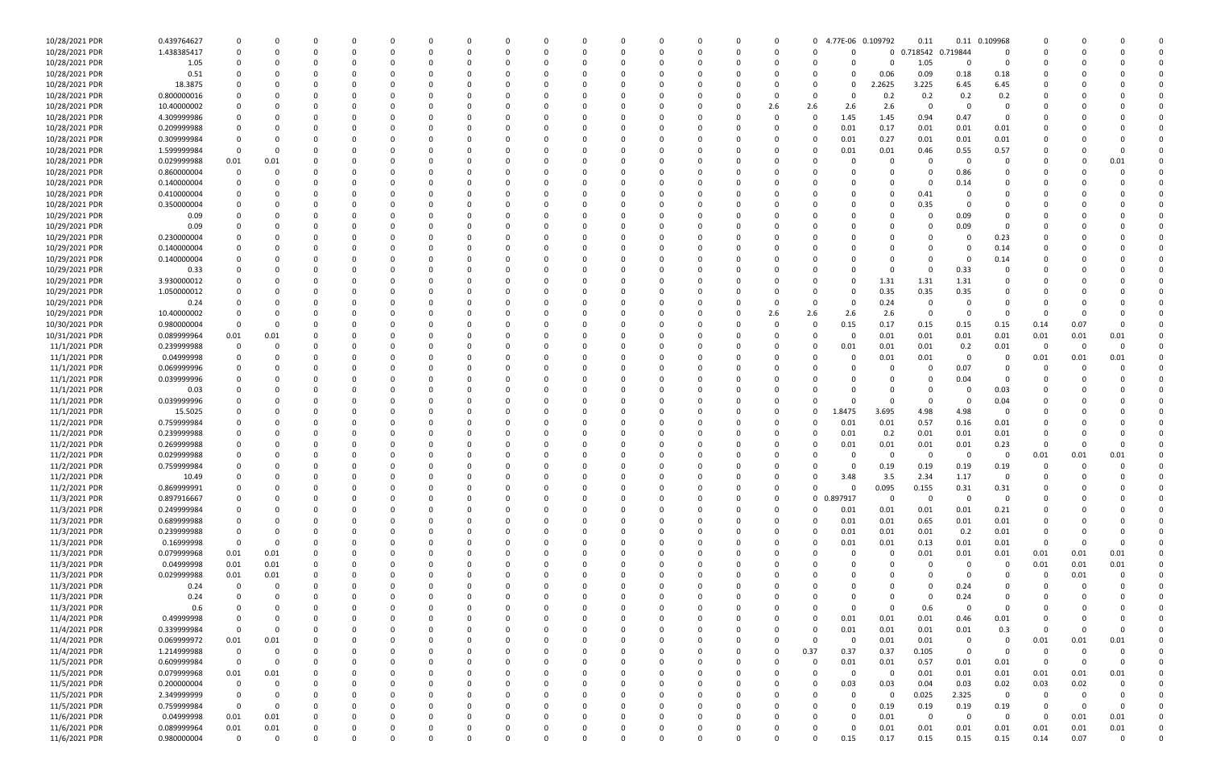| | | | | | | | | | | | | | | | | | | | | | | | | | | | | | | |
|---|---|---|---|---|---|---|---|---|---|---|---|---|---|---|---|---|---|---|---|---|---|---|---|---|---|---|---|---|---|---|
| 10/28/2021 PDR | 0.439764627 | 0 | 0 | 0 | 0 | 0 | 0 | 0 | 0 | 0 | 0 | 0 | 0 | 0 | 0 | 0 | 0 | 0 | 0 | 0 | 0 | 4.77E-06 | 0.109792 | 0.11 | 0.11 | 0.109968 | 0 | 0 | 0 | 0 |
| 10/28/2021 PDR | 1.438385417 | 0 | 0 | 0 | 0 | 0 | 0 | 0 | 0 | 0 | 0 | 0 | 0 | 0 | 0 | 0 | 0 | 0 | 0 | 0 | 0 | 0 | 0 | 0.718542 | 0.719844 | 0 | 0 | 0 | 0 | 0 |
| 10/28/2021 PDR | 1.05 | 0 | 0 | 0 | 0 | 0 | 0 | 0 | 0 | 0 | 0 | 0 | 0 | 0 | 0 | 0 | 0 | 0 | 0 | 0 | 0 | 0 | 0 | 1.05 | 0 | 0 | 0 | 0 | 0 | 0 |
| 10/28/2021 PDR | 0.51 | 0 | 0 | 0 | 0 | 0 | 0 | 0 | 0 | 0 | 0 | 0 | 0 | 0 | 0 | 0 | 0 | 0 | 0 | 0 | 0 | 0 | 0.06 | 0.09 | 0.18 | 0.18 | 0 | 0 | 0 | 0 |
| 10/28/2021 PDR | 18.3875 | 0 | 0 | 0 | 0 | 0 | 0 | 0 | 0 | 0 | 0 | 0 | 0 | 0 | 0 | 0 | 0 | 0 | 0 | 0 | 0 | 0 | 2.2625 | 3.225 | 6.45 | 6.45 | 0 | 0 | 0 | 0 |
| 10/28/2021 PDR | 0.800000016 | 0 | 0 | 0 | 0 | 0 | 0 | 0 | 0 | 0 | 0 | 0 | 0 | 0 | 0 | 0 | 0 | 0 | 0 | 0 | 0 | 0 | 0.2 | 0.2 | 0.2 | 0.2 | 0 | 0 | 0 | 0 |
| 10/28/2021 PDR | 10.40000002 | 0 | 0 | 0 | 0 | 0 | 0 | 0 | 0 | 0 | 0 | 0 | 0 | 0 | 0 | 0 | 0 | 0 | 0 | 2.6 | 2.6 | 2.6 | 2.6 | 0 | 0 | 0 | 0 | 0 | 0 | 0 |
| 10/28/2021 PDR | 4.309999986 | 0 | 0 | 0 | 0 | 0 | 0 | 0 | 0 | 0 | 0 | 0 | 0 | 0 | 0 | 0 | 0 | 0 | 0 | 0 | 0 | 1.45 | 1.45 | 0.94 | 0.47 | 0 | 0 | 0 | 0 | 0 |
| 10/28/2021 PDR | 0.209999988 | 0 | 0 | 0 | 0 | 0 | 0 | 0 | 0 | 0 | 0 | 0 | 0 | 0 | 0 | 0 | 0 | 0 | 0 | 0 | 0 | 0.01 | 0.17 | 0.01 | 0.01 | 0.01 | 0 | 0 | 0 | 0 |
| 10/28/2021 PDR | 0.309999984 | 0 | 0 | 0 | 0 | 0 | 0 | 0 | 0 | 0 | 0 | 0 | 0 | 0 | 0 | 0 | 0 | 0 | 0 | 0 | 0 | 0.01 | 0.27 | 0.01 | 0.01 | 0.01 | 0 | 0 | 0 | 0 |
| 10/28/2021 PDR | 1.599999984 | 0 | 0 | 0 | 0 | 0 | 0 | 0 | 0 | 0 | 0 | 0 | 0 | 0 | 0 | 0 | 0 | 0 | 0 | 0 | 0 | 0.01 | 0.01 | 0.46 | 0.55 | 0.57 | 0 | 0 | 0 | 0 |
| 10/28/2021 PDR | 0.029999988 | 0.01 | 0.01 | 0 | 0 | 0 | 0 | 0 | 0 | 0 | 0 | 0 | 0 | 0 | 0 | 0 | 0 | 0 | 0 | 0 | 0 | 0 | 0 | 0 | 0 | 0 | 0 | 0 | 0.01 | 0 |
| 10/28/2021 PDR | 0.860000004 | 0 | 0 | 0 | 0 | 0 | 0 | 0 | 0 | 0 | 0 | 0 | 0 | 0 | 0 | 0 | 0 | 0 | 0 | 0 | 0 | 0 | 0 | 0 | 0.86 | 0 | 0 | 0 | 0 | 0 |
| 10/28/2021 PDR | 0.140000004 | 0 | 0 | 0 | 0 | 0 | 0 | 0 | 0 | 0 | 0 | 0 | 0 | 0 | 0 | 0 | 0 | 0 | 0 | 0 | 0 | 0 | 0 | 0 | 0.14 | 0 | 0 | 0 | 0 | 0 |
| 10/28/2021 PDR | 0.410000004 | 0 | 0 | 0 | 0 | 0 | 0 | 0 | 0 | 0 | 0 | 0 | 0 | 0 | 0 | 0 | 0 | 0 | 0 | 0 | 0 | 0 | 0 | 0.41 | 0 | 0 | 0 | 0 | 0 | 0 |
| 10/28/2021 PDR | 0.350000004 | 0 | 0 | 0 | 0 | 0 | 0 | 0 | 0 | 0 | 0 | 0 | 0 | 0 | 0 | 0 | 0 | 0 | 0 | 0 | 0 | 0 | 0 | 0.35 | 0 | 0 | 0 | 0 | 0 | 0 |
| 10/29/2021 PDR | 0.09 | 0 | 0 | 0 | 0 | 0 | 0 | 0 | 0 | 0 | 0 | 0 | 0 | 0 | 0 | 0 | 0 | 0 | 0 | 0 | 0 | 0 | 0 | 0 | 0.09 | 0 | 0 | 0 | 0 | 0 |
| 10/29/2021 PDR | 0.09 | 0 | 0 | 0 | 0 | 0 | 0 | 0 | 0 | 0 | 0 | 0 | 0 | 0 | 0 | 0 | 0 | 0 | 0 | 0 | 0 | 0 | 0 | 0 | 0.09 | 0 | 0 | 0 | 0 | 0 |
| 10/29/2021 PDR | 0.230000004 | 0 | 0 | 0 | 0 | 0 | 0 | 0 | 0 | 0 | 0 | 0 | 0 | 0 | 0 | 0 | 0 | 0 | 0 | 0 | 0 | 0 | 0 | 0 | 0 | 0.23 | 0 | 0 | 0 | 0 |
| 10/29/2021 PDR | 0.140000004 | 0 | 0 | 0 | 0 | 0 | 0 | 0 | 0 | 0 | 0 | 0 | 0 | 0 | 0 | 0 | 0 | 0 | 0 | 0 | 0 | 0 | 0 | 0 | 0 | 0.14 | 0 | 0 | 0 | 0 |
| 10/29/2021 PDR | 0.140000004 | 0 | 0 | 0 | 0 | 0 | 0 | 0 | 0 | 0 | 0 | 0 | 0 | 0 | 0 | 0 | 0 | 0 | 0 | 0 | 0 | 0 | 0 | 0 | 0 | 0.14 | 0 | 0 | 0 | 0 |
| 10/29/2021 PDR | 0.33 | 0 | 0 | 0 | 0 | 0 | 0 | 0 | 0 | 0 | 0 | 0 | 0 | 0 | 0 | 0 | 0 | 0 | 0 | 0 | 0 | 0 | 0 | 0 | 0.33 | 0 | 0 | 0 | 0 | 0 |
| 10/29/2021 PDR | 3.930000012 | 0 | 0 | 0 | 0 | 0 | 0 | 0 | 0 | 0 | 0 | 0 | 0 | 0 | 0 | 0 | 0 | 0 | 0 | 0 | 0 | 0 | 1.31 | 1.31 | 1.31 | 0 | 0 | 0 | 0 | 0 |
| 10/29/2021 PDR | 1.050000012 | 0 | 0 | 0 | 0 | 0 | 0 | 0 | 0 | 0 | 0 | 0 | 0 | 0 | 0 | 0 | 0 | 0 | 0 | 0 | 0 | 0 | 0.35 | 0.35 | 0.35 | 0 | 0 | 0 | 0 | 0 |
| 10/29/2021 PDR | 0.24 | 0 | 0 | 0 | 0 | 0 | 0 | 0 | 0 | 0 | 0 | 0 | 0 | 0 | 0 | 0 | 0 | 0 | 0 | 0 | 0 | 0 | 0.24 | 0 | 0 | 0 | 0 | 0 | 0 | 0 |
| 10/29/2021 PDR | 10.40000002 | 0 | 0 | 0 | 0 | 0 | 0 | 0 | 0 | 0 | 0 | 0 | 0 | 0 | 0 | 0 | 0 | 0 | 0 | 2.6 | 2.6 | 2.6 | 2.6 | 0 | 0 | 0 | 0 | 0 | 0 | 0 |
| 10/30/2021 PDR | 0.980000004 | 0 | 0 | 0 | 0 | 0 | 0 | 0 | 0 | 0 | 0 | 0 | 0 | 0 | 0 | 0 | 0 | 0 | 0 | 0 | 0 | 0.15 | 0.17 | 0.15 | 0.15 | 0.15 | 0.14 | 0.07 | 0 | 0 |
| 10/31/2021 PDR | 0.089999964 | 0.01 | 0.01 | 0 | 0 | 0 | 0 | 0 | 0 | 0 | 0 | 0 | 0 | 0 | 0 | 0 | 0 | 0 | 0 | 0 | 0 | 0 | 0.01 | 0.01 | 0.01 | 0.01 | 0.01 | 0.01 | 0.01 | 0 |
| 11/1/2021 PDR | 0.239999988 | 0 | 0 | 0 | 0 | 0 | 0 | 0 | 0 | 0 | 0 | 0 | 0 | 0 | 0 | 0 | 0 | 0 | 0 | 0 | 0 | 0.01 | 0.01 | 0.01 | 0.2 | 0.01 | 0 | 0 | 0 | 0 |
| 11/1/2021 PDR | 0.04999998 | 0 | 0 | 0 | 0 | 0 | 0 | 0 | 0 | 0 | 0 | 0 | 0 | 0 | 0 | 0 | 0 | 0 | 0 | 0 | 0 | 0 | 0.01 | 0.01 | 0 | 0 | 0.01 | 0.01 | 0.01 | 0 |
| 11/1/2021 PDR | 0.069999996 | 0 | 0 | 0 | 0 | 0 | 0 | 0 | 0 | 0 | 0 | 0 | 0 | 0 | 0 | 0 | 0 | 0 | 0 | 0 | 0 | 0 | 0 | 0 | 0.07 | 0 | 0 | 0 | 0 | 0 |
| 11/1/2021 PDR | 0.039999996 | 0 | 0 | 0 | 0 | 0 | 0 | 0 | 0 | 0 | 0 | 0 | 0 | 0 | 0 | 0 | 0 | 0 | 0 | 0 | 0 | 0 | 0 | 0 | 0.04 | 0 | 0 | 0 | 0 | 0 |
| 11/1/2021 PDR | 0.03 | 0 | 0 | 0 | 0 | 0 | 0 | 0 | 0 | 0 | 0 | 0 | 0 | 0 | 0 | 0 | 0 | 0 | 0 | 0 | 0 | 0 | 0 | 0 | 0 | 0.03 | 0 | 0 | 0 | 0 |
| 11/1/2021 PDR | 0.039999996 | 0 | 0 | 0 | 0 | 0 | 0 | 0 | 0 | 0 | 0 | 0 | 0 | 0 | 0 | 0 | 0 | 0 | 0 | 0 | 0 | 0 | 0 | 0 | 0 | 0.04 | 0 | 0 | 0 | 0 |
| 11/1/2021 PDR | 15.5025 | 0 | 0 | 0 | 0 | 0 | 0 | 0 | 0 | 0 | 0 | 0 | 0 | 0 | 0 | 0 | 0 | 0 | 0 | 0 | 0 | 1.8475 | 3.695 | 4.98 | 4.98 | 0 | 0 | 0 | 0 | 0 |
| 11/2/2021 PDR | 0.759999984 | 0 | 0 | 0 | 0 | 0 | 0 | 0 | 0 | 0 | 0 | 0 | 0 | 0 | 0 | 0 | 0 | 0 | 0 | 0 | 0 | 0.01 | 0.01 | 0.57 | 0.16 | 0.01 | 0 | 0 | 0 | 0 |
| 11/2/2021 PDR | 0.239999988 | 0 | 0 | 0 | 0 | 0 | 0 | 0 | 0 | 0 | 0 | 0 | 0 | 0 | 0 | 0 | 0 | 0 | 0 | 0 | 0 | 0.01 | 0.2 | 0.01 | 0.01 | 0.01 | 0 | 0 | 0 | 0 |
| 11/2/2021 PDR | 0.269999988 | 0 | 0 | 0 | 0 | 0 | 0 | 0 | 0 | 0 | 0 | 0 | 0 | 0 | 0 | 0 | 0 | 0 | 0 | 0 | 0 | 0.01 | 0.01 | 0.01 | 0.01 | 0.23 | 0 | 0 | 0 | 0 |
| 11/2/2021 PDR | 0.029999988 | 0 | 0 | 0 | 0 | 0 | 0 | 0 | 0 | 0 | 0 | 0 | 0 | 0 | 0 | 0 | 0 | 0 | 0 | 0 | 0 | 0 | 0 | 0 | 0 | 0 | 0.01 | 0.01 | 0.01 | 0 |
| 11/2/2021 PDR | 0.759999984 | 0 | 0 | 0 | 0 | 0 | 0 | 0 | 0 | 0 | 0 | 0 | 0 | 0 | 0 | 0 | 0 | 0 | 0 | 0 | 0 | 0 | 0.19 | 0.19 | 0.19 | 0.19 | 0 | 0 | 0 | 0 |
| 11/2/2021 PDR | 10.49 | 0 | 0 | 0 | 0 | 0 | 0 | 0 | 0 | 0 | 0 | 0 | 0 | 0 | 0 | 0 | 0 | 0 | 0 | 0 | 0 | 3.48 | 3.5 | 2.34 | 1.17 | 0 | 0 | 0 | 0 | 0 |
| 11/2/2021 PDR | 0.869999991 | 0 | 0 | 0 | 0 | 0 | 0 | 0 | 0 | 0 | 0 | 0 | 0 | 0 | 0 | 0 | 0 | 0 | 0 | 0 | 0 | 0 | 0.095 | 0.155 | 0.31 | 0.31 | 0 | 0 | 0 | 0 |
| 11/3/2021 PDR | 0.897916667 | 0 | 0 | 0 | 0 | 0 | 0 | 0 | 0 | 0 | 0 | 0 | 0 | 0 | 0 | 0 | 0 | 0 | 0 | 0 | 0 | 0.897917 | 0 | 0 | 0 | 0 | 0 | 0 | 0 | 0 |
| 11/3/2021 PDR | 0.249999984 | 0 | 0 | 0 | 0 | 0 | 0 | 0 | 0 | 0 | 0 | 0 | 0 | 0 | 0 | 0 | 0 | 0 | 0 | 0 | 0 | 0.01 | 0.01 | 0.01 | 0.01 | 0.21 | 0 | 0 | 0 | 0 |
| 11/3/2021 PDR | 0.689999988 | 0 | 0 | 0 | 0 | 0 | 0 | 0 | 0 | 0 | 0 | 0 | 0 | 0 | 0 | 0 | 0 | 0 | 0 | 0 | 0 | 0.01 | 0.01 | 0.65 | 0.01 | 0.01 | 0 | 0 | 0 | 0 |
| 11/3/2021 PDR | 0.239999988 | 0 | 0 | 0 | 0 | 0 | 0 | 0 | 0 | 0 | 0 | 0 | 0 | 0 | 0 | 0 | 0 | 0 | 0 | 0 | 0 | 0.01 | 0.01 | 0.01 | 0.2 | 0.01 | 0 | 0 | 0 | 0 |
| 11/3/2021 PDR | 0.16999998 | 0 | 0 | 0 | 0 | 0 | 0 | 0 | 0 | 0 | 0 | 0 | 0 | 0 | 0 | 0 | 0 | 0 | 0 | 0 | 0 | 0.01 | 0.01 | 0.13 | 0.01 | 0.01 | 0 | 0 | 0 | 0 |
| 11/3/2021 PDR | 0.079999968 | 0.01 | 0.01 | 0 | 0 | 0 | 0 | 0 | 0 | 0 | 0 | 0 | 0 | 0 | 0 | 0 | 0 | 0 | 0 | 0 | 0 | 0 | 0 | 0.01 | 0.01 | 0.01 | 0.01 | 0.01 | 0.01 | 0 |
| 11/3/2021 PDR | 0.04999998 | 0.01 | 0.01 | 0 | 0 | 0 | 0 | 0 | 0 | 0 | 0 | 0 | 0 | 0 | 0 | 0 | 0 | 0 | 0 | 0 | 0 | 0 | 0 | 0 | 0 | 0 | 0.01 | 0.01 | 0.01 | 0 |
| 11/3/2021 PDR | 0.029999988 | 0.01 | 0.01 | 0 | 0 | 0 | 0 | 0 | 0 | 0 | 0 | 0 | 0 | 0 | 0 | 0 | 0 | 0 | 0 | 0 | 0 | 0 | 0 | 0 | 0 | 0 | 0 | 0.01 | 0 | 0 |
| 11/3/2021 PDR | 0.24 | 0 | 0 | 0 | 0 | 0 | 0 | 0 | 0 | 0 | 0 | 0 | 0 | 0 | 0 | 0 | 0 | 0 | 0 | 0 | 0 | 0 | 0 | 0 | 0.24 | 0 | 0 | 0 | 0 | 0 |
| 11/3/2021 PDR | 0.24 | 0 | 0 | 0 | 0 | 0 | 0 | 0 | 0 | 0 | 0 | 0 | 0 | 0 | 0 | 0 | 0 | 0 | 0 | 0 | 0 | 0 | 0 | 0 | 0.24 | 0 | 0 | 0 | 0 | 0 |
| 11/3/2021 PDR | 0.6 | 0 | 0 | 0 | 0 | 0 | 0 | 0 | 0 | 0 | 0 | 0 | 0 | 0 | 0 | 0 | 0 | 0 | 0 | 0 | 0 | 0 | 0 | 0.6 | 0 | 0 | 0 | 0 | 0 | 0 |
| 11/4/2021 PDR | 0.49999998 | 0 | 0 | 0 | 0 | 0 | 0 | 0 | 0 | 0 | 0 | 0 | 0 | 0 | 0 | 0 | 0 | 0 | 0 | 0 | 0 | 0.01 | 0.01 | 0.01 | 0.46 | 0.01 | 0 | 0 | 0 | 0 |
| 11/4/2021 PDR | 0.339999984 | 0 | 0 | 0 | 0 | 0 | 0 | 0 | 0 | 0 | 0 | 0 | 0 | 0 | 0 | 0 | 0 | 0 | 0 | 0 | 0 | 0.01 | 0.01 | 0.01 | 0.01 | 0.3 | 0 | 0 | 0 | 0 |
| 11/4/2021 PDR | 0.069999972 | 0.01 | 0.01 | 0 | 0 | 0 | 0 | 0 | 0 | 0 | 0 | 0 | 0 | 0 | 0 | 0 | 0 | 0 | 0 | 0 | 0 | 0 | 0.01 | 0.01 | 0 | 0 | 0.01 | 0.01 | 0.01 | 0 |
| 11/4/2021 PDR | 1.214999988 | 0 | 0 | 0 | 0 | 0 | 0 | 0 | 0 | 0 | 0 | 0 | 0 | 0 | 0 | 0 | 0 | 0 | 0 | 0 | 0.37 | 0.37 | 0.37 | 0.105 | 0 | 0 | 0 | 0 | 0 | 0 |
| 11/5/2021 PDR | 0.609999984 | 0 | 0 | 0 | 0 | 0 | 0 | 0 | 0 | 0 | 0 | 0 | 0 | 0 | 0 | 0 | 0 | 0 | 0 | 0 | 0 | 0.01 | 0.01 | 0.57 | 0.01 | 0.01 | 0 | 0 | 0 | 0 |
| 11/5/2021 PDR | 0.079999968 | 0.01 | 0.01 | 0 | 0 | 0 | 0 | 0 | 0 | 0 | 0 | 0 | 0 | 0 | 0 | 0 | 0 | 0 | 0 | 0 | 0 | 0 | 0 | 0.01 | 0.01 | 0.01 | 0.01 | 0.01 | 0.01 | 0 |
| 11/5/2021 PDR | 0.200000004 | 0 | 0 | 0 | 0 | 0 | 0 | 0 | 0 | 0 | 0 | 0 | 0 | 0 | 0 | 0 | 0 | 0 | 0 | 0 | 0 | 0.03 | 0.03 | 0.04 | 0.03 | 0.02 | 0.03 | 0.02 | 0 | 0 |
| 11/5/2021 PDR | 2.349999999 | 0 | 0 | 0 | 0 | 0 | 0 | 0 | 0 | 0 | 0 | 0 | 0 | 0 | 0 | 0 | 0 | 0 | 0 | 0 | 0 | 0 | 0 | 0.025 | 2.325 | 0 | 0 | 0 | 0 | 0 |
| 11/5/2021 PDR | 0.759999984 | 0 | 0 | 0 | 0 | 0 | 0 | 0 | 0 | 0 | 0 | 0 | 0 | 0 | 0 | 0 | 0 | 0 | 0 | 0 | 0 | 0 | 0.19 | 0.19 | 0.19 | 0.19 | 0 | 0 | 0 | 0 |
| 11/6/2021 PDR | 0.04999998 | 0.01 | 0.01 | 0 | 0 | 0 | 0 | 0 | 0 | 0 | 0 | 0 | 0 | 0 | 0 | 0 | 0 | 0 | 0 | 0 | 0 | 0 | 0.01 | 0 | 0 | 0 | 0 | 0.01 | 0.01 | 0 |
| 11/6/2021 PDR | 0.089999964 | 0.01 | 0.01 | 0 | 0 | 0 | 0 | 0 | 0 | 0 | 0 | 0 | 0 | 0 | 0 | 0 | 0 | 0 | 0 | 0 | 0 | 0 | 0.01 | 0.01 | 0.01 | 0.01 | 0.01 | 0.01 | 0.01 | 0 |
| 11/6/2021 PDR | 0.980000004 | 0 | 0 | 0 | 0 | 0 | 0 | 0 | 0 | 0 | 0 | 0 | 0 | 0 | 0 | 0 | 0 | 0 | 0 | 0 | 0 | 0.15 | 0.17 | 0.15 | 0.15 | 0.15 | 0.14 | 0.07 | 0 | 0 |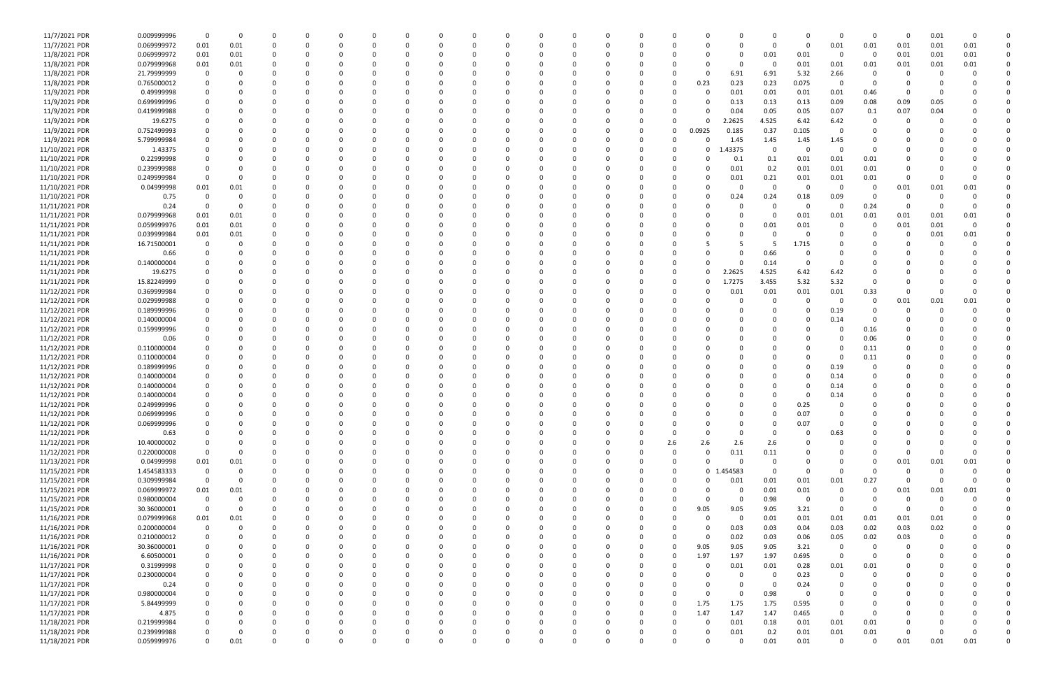| | | | | | | | | | | | | | | | | | | | | | | | | | | |
|---|---|---|---|---|---|---|---|---|---|---|---|---|---|---|---|---|---|---|---|---|---|---|---|---|---|---|
| 11/7/2021 PDR | 0.009999996 | 0 | 0 | 0 | 0 | 0 | 0 | 0 | 0 | 0 | 0 | 0 | 0 | 0 | 0 | 0 | 0 | 0 | 0 | 0 | 0 | 0 | 0 | 0.01 | 0 | 0 |
| 11/7/2021 PDR | 0.069999972 | 0.01 | 0.01 | 0 | 0 | 0 | 0 | 0 | 0 | 0 | 0 | 0 | 0 | 0 | 0 | 0 | 0 | 0 | 0 | 0 | 0.01 | 0.01 | 0.01 | 0.01 | 0.01 | 0 |
| 11/8/2021 PDR | 0.069999972 | 0.01 | 0.01 | 0 | 0 | 0 | 0 | 0 | 0 | 0 | 0 | 0 | 0 | 0 | 0 | 0 | 0 | 0 | 0.01 | 0.01 | 0 | 0 | 0.01 | 0.01 | 0.01 | 0 |
| 11/8/2021 PDR | 0.079999968 | 0.01 | 0.01 | 0 | 0 | 0 | 0 | 0 | 0 | 0 | 0 | 0 | 0 | 0 | 0 | 0 | 0 | 0 | 0 | 0.01 | 0.01 | 0.01 | 0.01 | 0.01 | 0.01 | 0 |
| 11/8/2021 PDR | 21.79999999 | 0 | 0 | 0 | 0 | 0 | 0 | 0 | 0 | 0 | 0 | 0 | 0 | 0 | 0 | 0 | 0 | 6.91 | 6.91 | 5.32 | 2.66 | 0 | 0 | 0 | 0 | 0 |
| 11/8/2021 PDR | 0.765000012 | 0 | 0 | 0 | 0 | 0 | 0 | 0 | 0 | 0 | 0 | 0 | 0 | 0 | 0 | 0 | 0.23 | 0.23 | 0.23 | 0.075 | 0 | 0 | 0 | 0 | 0 | 0 |
| 11/9/2021 PDR | 0.49999998 | 0 | 0 | 0 | 0 | 0 | 0 | 0 | 0 | 0 | 0 | 0 | 0 | 0 | 0 | 0 | 0 | 0.01 | 0.01 | 0.01 | 0.01 | 0.46 | 0 | 0 | 0 | 0 |
| 11/9/2021 PDR | 0.699999996 | 0 | 0 | 0 | 0 | 0 | 0 | 0 | 0 | 0 | 0 | 0 | 0 | 0 | 0 | 0 | 0 | 0.13 | 0.13 | 0.13 | 0.09 | 0.08 | 0.09 | 0.05 | 0 | 0 |
| 11/9/2021 PDR | 0.419999988 | 0 | 0 | 0 | 0 | 0 | 0 | 0 | 0 | 0 | 0 | 0 | 0 | 0 | 0 | 0 | 0 | 0.04 | 0.05 | 0.05 | 0.07 | 0.1 | 0.07 | 0.04 | 0 | 0 |
| 11/9/2021 PDR | 19.6275 | 0 | 0 | 0 | 0 | 0 | 0 | 0 | 0 | 0 | 0 | 0 | 0 | 0 | 0 | 0 | 0 | 2.2625 | 4.525 | 6.42 | 6.42 | 0 | 0 | 0 | 0 | 0 |
| 11/9/2021 PDR | 0.752499993 | 0 | 0 | 0 | 0 | 0 | 0 | 0 | 0 | 0 | 0 | 0 | 0 | 0 | 0 | 0 | 0.0925 | 0.185 | 0.37 | 0.105 | 0 | 0 | 0 | 0 | 0 | 0 |
| 11/9/2021 PDR | 5.799999984 | 0 | 0 | 0 | 0 | 0 | 0 | 0 | 0 | 0 | 0 | 0 | 0 | 0 | 0 | 0 | 0 | 1.45 | 1.45 | 1.45 | 1.45 | 0 | 0 | 0 | 0 | 0 |
| 11/10/2021 PDR | 1.43375 | 0 | 0 | 0 | 0 | 0 | 0 | 0 | 0 | 0 | 0 | 0 | 0 | 0 | 0 | 0 | 0 | 1.43375 | 0 | 0 | 0 | 0 | 0 | 0 | 0 | 0 |
| 11/10/2021 PDR | 0.22999998 | 0 | 0 | 0 | 0 | 0 | 0 | 0 | 0 | 0 | 0 | 0 | 0 | 0 | 0 | 0 | 0 | 0.1 | 0.1 | 0.01 | 0.01 | 0.01 | 0 | 0 | 0 | 0 |
| 11/10/2021 PDR | 0.239999988 | 0 | 0 | 0 | 0 | 0 | 0 | 0 | 0 | 0 | 0 | 0 | 0 | 0 | 0 | 0 | 0 | 0.01 | 0.2 | 0.01 | 0.01 | 0.01 | 0 | 0 | 0 | 0 |
| 11/10/2021 PDR | 0.249999984 | 0 | 0 | 0 | 0 | 0 | 0 | 0 | 0 | 0 | 0 | 0 | 0 | 0 | 0 | 0 | 0 | 0.01 | 0.21 | 0.01 | 0.01 | 0.01 | 0 | 0 | 0 | 0 |
| 11/10/2021 PDR | 0.04999998 | 0.01 | 0.01 | 0 | 0 | 0 | 0 | 0 | 0 | 0 | 0 | 0 | 0 | 0 | 0 | 0 | 0 | 0 | 0 | 0 | 0 | 0 | 0.01 | 0.01 | 0.01 | 0 |
| 11/10/2021 PDR | 0.75 | 0 | 0 | 0 | 0 | 0 | 0 | 0 | 0 | 0 | 0 | 0 | 0 | 0 | 0 | 0 | 0 | 0.24 | 0.24 | 0.18 | 0.09 | 0 | 0 | 0 | 0 | 0 |
| 11/11/2021 PDR | 0.24 | 0 | 0 | 0 | 0 | 0 | 0 | 0 | 0 | 0 | 0 | 0 | 0 | 0 | 0 | 0 | 0 | 0 | 0 | 0 | 0 | 0.24 | 0 | 0 | 0 | 0 |
| 11/11/2021 PDR | 0.079999968 | 0.01 | 0.01 | 0 | 0 | 0 | 0 | 0 | 0 | 0 | 0 | 0 | 0 | 0 | 0 | 0 | 0 | 0 | 0 | 0.01 | 0.01 | 0.01 | 0.01 | 0.01 | 0.01 | 0 |
| 11/11/2021 PDR | 0.059999976 | 0.01 | 0.01 | 0 | 0 | 0 | 0 | 0 | 0 | 0 | 0 | 0 | 0 | 0 | 0 | 0 | 0 | 0 | 0.01 | 0.01 | 0 | 0 | 0.01 | 0.01 | 0 | 0 |
| 11/11/2021 PDR | 0.039999984 | 0.01 | 0.01 | 0 | 0 | 0 | 0 | 0 | 0 | 0 | 0 | 0 | 0 | 0 | 0 | 0 | 0 | 0 | 0 | 0 | 0 | 0 | 0 | 0.01 | 0.01 | 0 |
| 11/11/2021 PDR | 16.71500001 | 0 | 0 | 0 | 0 | 0 | 0 | 0 | 0 | 0 | 0 | 0 | 0 | 0 | 0 | 0 | 5 | 5 | 5 | 1.715 | 0 | 0 | 0 | 0 | 0 | 0 |
| 11/11/2021 PDR | 0.66 | 0 | 0 | 0 | 0 | 0 | 0 | 0 | 0 | 0 | 0 | 0 | 0 | 0 | 0 | 0 | 0 | 0 | 0.66 | 0 | 0 | 0 | 0 | 0 | 0 | 0 |
| 11/11/2021 PDR | 0.140000004 | 0 | 0 | 0 | 0 | 0 | 0 | 0 | 0 | 0 | 0 | 0 | 0 | 0 | 0 | 0 | 0 | 0 | 0.14 | 0 | 0 | 0 | 0 | 0 | 0 | 0 |
| 11/11/2021 PDR | 19.6275 | 0 | 0 | 0 | 0 | 0 | 0 | 0 | 0 | 0 | 0 | 0 | 0 | 0 | 0 | 0 | 0 | 2.2625 | 4.525 | 6.42 | 6.42 | 0 | 0 | 0 | 0 | 0 |
| 11/11/2021 PDR | 15.82249999 | 0 | 0 | 0 | 0 | 0 | 0 | 0 | 0 | 0 | 0 | 0 | 0 | 0 | 0 | 0 | 0 | 1.7275 | 3.455 | 5.32 | 5.32 | 0 | 0 | 0 | 0 | 0 |
| 11/12/2021 PDR | 0.369999984 | 0 | 0 | 0 | 0 | 0 | 0 | 0 | 0 | 0 | 0 | 0 | 0 | 0 | 0 | 0 | 0 | 0.01 | 0.01 | 0.01 | 0.01 | 0.33 | 0 | 0 | 0 | 0 |
| 11/12/2021 PDR | 0.029999988 | 0 | 0 | 0 | 0 | 0 | 0 | 0 | 0 | 0 | 0 | 0 | 0 | 0 | 0 | 0 | 0 | 0 | 0 | 0 | 0 | 0 | 0.01 | 0.01 | 0.01 | 0 |
| 11/12/2021 PDR | 0.189999996 | 0 | 0 | 0 | 0 | 0 | 0 | 0 | 0 | 0 | 0 | 0 | 0 | 0 | 0 | 0 | 0 | 0 | 0 | 0 | 0.19 | 0 | 0 | 0 | 0 | 0 |
| 11/12/2021 PDR | 0.140000004 | 0 | 0 | 0 | 0 | 0 | 0 | 0 | 0 | 0 | 0 | 0 | 0 | 0 | 0 | 0 | 0 | 0 | 0 | 0 | 0.14 | 0 | 0 | 0 | 0 | 0 |
| 11/12/2021 PDR | 0.159999996 | 0 | 0 | 0 | 0 | 0 | 0 | 0 | 0 | 0 | 0 | 0 | 0 | 0 | 0 | 0 | 0 | 0 | 0 | 0 | 0 | 0.16 | 0 | 0 | 0 | 0 |
| 11/12/2021 PDR | 0.06 | 0 | 0 | 0 | 0 | 0 | 0 | 0 | 0 | 0 | 0 | 0 | 0 | 0 | 0 | 0 | 0 | 0 | 0 | 0 | 0 | 0.06 | 0 | 0 | 0 | 0 |
| 11/12/2021 PDR | 0.110000004 | 0 | 0 | 0 | 0 | 0 | 0 | 0 | 0 | 0 | 0 | 0 | 0 | 0 | 0 | 0 | 0 | 0 | 0 | 0 | 0 | 0.11 | 0 | 0 | 0 | 0 |
| 11/12/2021 PDR | 0.110000004 | 0 | 0 | 0 | 0 | 0 | 0 | 0 | 0 | 0 | 0 | 0 | 0 | 0 | 0 | 0 | 0 | 0 | 0 | 0 | 0 | 0.11 | 0 | 0 | 0 | 0 |
| 11/12/2021 PDR | 0.189999996 | 0 | 0 | 0 | 0 | 0 | 0 | 0 | 0 | 0 | 0 | 0 | 0 | 0 | 0 | 0 | 0 | 0 | 0 | 0 | 0.19 | 0 | 0 | 0 | 0 | 0 |
| 11/12/2021 PDR | 0.140000004 | 0 | 0 | 0 | 0 | 0 | 0 | 0 | 0 | 0 | 0 | 0 | 0 | 0 | 0 | 0 | 0 | 0 | 0 | 0 | 0.14 | 0 | 0 | 0 | 0 | 0 |
| 11/12/2021 PDR | 0.140000004 | 0 | 0 | 0 | 0 | 0 | 0 | 0 | 0 | 0 | 0 | 0 | 0 | 0 | 0 | 0 | 0 | 0 | 0 | 0 | 0.14 | 0 | 0 | 0 | 0 | 0 |
| 11/12/2021 PDR | 0.140000004 | 0 | 0 | 0 | 0 | 0 | 0 | 0 | 0 | 0 | 0 | 0 | 0 | 0 | 0 | 0 | 0 | 0 | 0 | 0 | 0.14 | 0 | 0 | 0 | 0 | 0 |
| 11/12/2021 PDR | 0.249999996 | 0 | 0 | 0 | 0 | 0 | 0 | 0 | 0 | 0 | 0 | 0 | 0 | 0 | 0 | 0 | 0 | 0 | 0 | 0.25 | 0 | 0 | 0 | 0 | 0 | 0 |
| 11/12/2021 PDR | 0.069999996 | 0 | 0 | 0 | 0 | 0 | 0 | 0 | 0 | 0 | 0 | 0 | 0 | 0 | 0 | 0 | 0 | 0 | 0 | 0.07 | 0 | 0 | 0 | 0 | 0 | 0 |
| 11/12/2021 PDR | 0.069999996 | 0 | 0 | 0 | 0 | 0 | 0 | 0 | 0 | 0 | 0 | 0 | 0 | 0 | 0 | 0 | 0 | 0 | 0 | 0.07 | 0 | 0 | 0 | 0 | 0 | 0 |
| 11/12/2021 PDR | 0.63 | 0 | 0 | 0 | 0 | 0 | 0 | 0 | 0 | 0 | 0 | 0 | 0 | 0 | 0 | 0 | 0 | 0 | 0 | 0 | 0.63 | 0 | 0 | 0 | 0 | 0 |
| 11/12/2021 PDR | 10.40000002 | 0 | 0 | 0 | 0 | 0 | 0 | 0 | 0 | 0 | 0 | 0 | 0 | 0 | 0 | 2.6 | 2.6 | 2.6 | 2.6 | 0 | 0 | 0 | 0 | 0 | 0 | 0 |
| 11/12/2021 PDR | 0.220000008 | 0 | 0 | 0 | 0 | 0 | 0 | 0 | 0 | 0 | 0 | 0 | 0 | 0 | 0 | 0 | 0 | 0.11 | 0.11 | 0 | 0 | 0 | 0 | 0 | 0 | 0 |
| 11/13/2021 PDR | 0.04999998 | 0.01 | 0.01 | 0 | 0 | 0 | 0 | 0 | 0 | 0 | 0 | 0 | 0 | 0 | 0 | 0 | 0 | 0 | 0 | 0 | 0 | 0 | 0.01 | 0.01 | 0.01 | 0 |
| 11/15/2021 PDR | 1.454583333 | 0 | 0 | 0 | 0 | 0 | 0 | 0 | 0 | 0 | 0 | 0 | 0 | 0 | 0 | 0 | 0 | 1.454583 | 0 | 0 | 0 | 0 | 0 | 0 | 0 | 0 |
| 11/15/2021 PDR | 0.309999984 | 0 | 0 | 0 | 0 | 0 | 0 | 0 | 0 | 0 | 0 | 0 | 0 | 0 | 0 | 0 | 0 | 0.01 | 0.01 | 0.01 | 0.01 | 0.27 | 0 | 0 | 0 | 0 |
| 11/15/2021 PDR | 0.069999972 | 0.01 | 0.01 | 0 | 0 | 0 | 0 | 0 | 0 | 0 | 0 | 0 | 0 | 0 | 0 | 0 | 0 | 0 | 0.01 | 0.01 | 0 | 0 | 0.01 | 0.01 | 0.01 | 0 |
| 11/15/2021 PDR | 0.980000004 | 0 | 0 | 0 | 0 | 0 | 0 | 0 | 0 | 0 | 0 | 0 | 0 | 0 | 0 | 0 | 0 | 0 | 0.98 | 0 | 0 | 0 | 0 | 0 | 0 | 0 |
| 11/15/2021 PDR | 30.36000001 | 0 | 0 | 0 | 0 | 0 | 0 | 0 | 0 | 0 | 0 | 0 | 0 | 0 | 0 | 0 | 9.05 | 9.05 | 9.05 | 3.21 | 0 | 0 | 0 | 0 | 0 | 0 |
| 11/16/2021 PDR | 0.079999968 | 0.01 | 0.01 | 0 | 0 | 0 | 0 | 0 | 0 | 0 | 0 | 0 | 0 | 0 | 0 | 0 | 0 | 0 | 0.01 | 0.01 | 0.01 | 0.01 | 0.01 | 0.01 | 0 | 0 |
| 11/16/2021 PDR | 0.200000004 | 0 | 0 | 0 | 0 | 0 | 0 | 0 | 0 | 0 | 0 | 0 | 0 | 0 | 0 | 0 | 0 | 0.03 | 0.03 | 0.04 | 0.03 | 0.02 | 0.03 | 0.02 | 0 | 0 |
| 11/16/2021 PDR | 0.210000012 | 0 | 0 | 0 | 0 | 0 | 0 | 0 | 0 | 0 | 0 | 0 | 0 | 0 | 0 | 0 | 0 | 0.02 | 0.03 | 0.06 | 0.05 | 0.02 | 0.03 | 0 | 0 | 0 |
| 11/16/2021 PDR | 30.36000001 | 0 | 0 | 0 | 0 | 0 | 0 | 0 | 0 | 0 | 0 | 0 | 0 | 0 | 0 | 0 | 9.05 | 9.05 | 9.05 | 3.21 | 0 | 0 | 0 | 0 | 0 | 0 |
| 11/16/2021 PDR | 6.60500001 | 0 | 0 | 0 | 0 | 0 | 0 | 0 | 0 | 0 | 0 | 0 | 0 | 0 | 0 | 0 | 1.97 | 1.97 | 1.97 | 0.695 | 0 | 0 | 0 | 0 | 0 | 0 |
| 11/17/2021 PDR | 0.31999998 | 0 | 0 | 0 | 0 | 0 | 0 | 0 | 0 | 0 | 0 | 0 | 0 | 0 | 0 | 0 | 0 | 0.01 | 0.01 | 0.28 | 0.01 | 0.01 | 0 | 0 | 0 | 0 |
| 11/17/2021 PDR | 0.230000004 | 0 | 0 | 0 | 0 | 0 | 0 | 0 | 0 | 0 | 0 | 0 | 0 | 0 | 0 | 0 | 0 | 0 | 0 | 0.23 | 0 | 0 | 0 | 0 | 0 | 0 |
| 11/17/2021 PDR | 0.24 | 0 | 0 | 0 | 0 | 0 | 0 | 0 | 0 | 0 | 0 | 0 | 0 | 0 | 0 | 0 | 0 | 0 | 0 | 0.24 | 0 | 0 | 0 | 0 | 0 | 0 |
| 11/17/2021 PDR | 0.980000004 | 0 | 0 | 0 | 0 | 0 | 0 | 0 | 0 | 0 | 0 | 0 | 0 | 0 | 0 | 0 | 0 | 0 | 0.98 | 0 | 0 | 0 | 0 | 0 | 0 | 0 |
| 11/17/2021 PDR | 5.84499999 | 0 | 0 | 0 | 0 | 0 | 0 | 0 | 0 | 0 | 0 | 0 | 0 | 0 | 0 | 0 | 1.75 | 1.75 | 1.75 | 0.595 | 0 | 0 | 0 | 0 | 0 | 0 |
| 11/17/2021 PDR | 4.875 | 0 | 0 | 0 | 0 | 0 | 0 | 0 | 0 | 0 | 0 | 0 | 0 | 0 | 0 | 0 | 1.47 | 1.47 | 1.47 | 0.465 | 0 | 0 | 0 | 0 | 0 | 0 |
| 11/18/2021 PDR | 0.219999984 | 0 | 0 | 0 | 0 | 0 | 0 | 0 | 0 | 0 | 0 | 0 | 0 | 0 | 0 | 0 | 0 | 0.01 | 0.18 | 0.01 | 0.01 | 0.01 | 0 | 0 | 0 | 0 |
| 11/18/2021 PDR | 0.239999988 | 0 | 0 | 0 | 0 | 0 | 0 | 0 | 0 | 0 | 0 | 0 | 0 | 0 | 0 | 0 | 0 | 0.01 | 0.2 | 0.01 | 0.01 | 0.01 | 0 | 0 | 0 | 0 |
| 11/18/2021 PDR | 0.059999976 | 0 | 0.01 | 0 | 0 | 0 | 0 | 0 | 0 | 0 | 0 | 0 | 0 | 0 | 0 | 0 | 0 | 0 | 0.01 | 0.01 | 0 | 0 | 0.01 | 0.01 | 0.01 | 0 |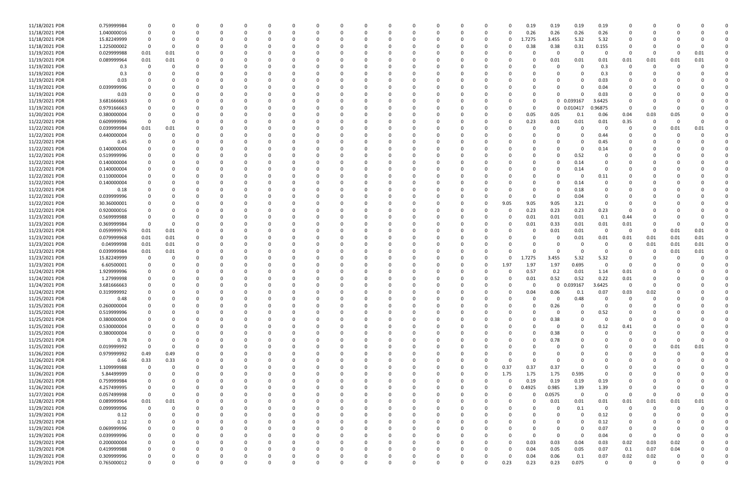| | | | | | | | | | | | | | | | | | | | | | | | | | | | |
|---|---|---|---|---|---|---|---|---|---|---|---|---|---|---|---|---|---|---|---|---|---|---|---|---|---|---|---|
| 11/18/2021 PDR | 0.759999984 | 0 | 0 | 0 | 0 | 0 | 0 | 0 | 0 | 0 | 0 | 0 | 0 | 0 | 0 | 0 | 0 | 0 | 0.19 | 0.19 | 0.19 | 0.19 | 0 | 0 | 0 | 0 | 0 |
| 11/18/2021 PDR | 1.040000016 | 0 | 0 | 0 | 0 | 0 | 0 | 0 | 0 | 0 | 0 | 0 | 0 | 0 | 0 | 0 | 0 | 0 | 0.26 | 0.26 | 0.26 | 0.26 | 0 | 0 | 0 | 0 | 0 |
| 11/18/2021 PDR | 15.82249999 | 0 | 0 | 0 | 0 | 0 | 0 | 0 | 0 | 0 | 0 | 0 | 0 | 0 | 0 | 0 | 0 | 0 | 1.7275 | 3.455 | 5.32 | 5.32 | 0 | 0 | 0 | 0 | 0 |
| 11/18/2021 PDR | 1.225000002 | 0 | 0 | 0 | 0 | 0 | 0 | 0 | 0 | 0 | 0 | 0 | 0 | 0 | 0 | 0 | 0 | 0 | 0.38 | 0.38 | 0.31 | 0.155 | 0 | 0 | 0 | 0 | 0 |
| 11/19/2021 PDR | 0.029999988 | 0.01 | 0.01 | 0 | 0 | 0 | 0 | 0 | 0 | 0 | 0 | 0 | 0 | 0 | 0 | 0 | 0 | 0 | 0 | 0 | 0 | 0 | 0 | 0 | 0 | 0.01 | 0 |
| 11/19/2021 PDR | 0.089999964 | 0.01 | 0.01 | 0 | 0 | 0 | 0 | 0 | 0 | 0 | 0 | 0 | 0 | 0 | 0 | 0 | 0 | 0 | 0 | 0.01 | 0.01 | 0.01 | 0.01 | 0.01 | 0.01 | 0.01 | 0 |
| 11/19/2021 PDR | 0.3 | 0 | 0 | 0 | 0 | 0 | 0 | 0 | 0 | 0 | 0 | 0 | 0 | 0 | 0 | 0 | 0 | 0 | 0 | 0 | 0 | 0.3 | 0 | 0 | 0 | 0 | 0 |
| 11/19/2021 PDR | 0.3 | 0 | 0 | 0 | 0 | 0 | 0 | 0 | 0 | 0 | 0 | 0 | 0 | 0 | 0 | 0 | 0 | 0 | 0 | 0 | 0 | 0.3 | 0 | 0 | 0 | 0 | 0 |
| 11/19/2021 PDR | 0.03 | 0 | 0 | 0 | 0 | 0 | 0 | 0 | 0 | 0 | 0 | 0 | 0 | 0 | 0 | 0 | 0 | 0 | 0 | 0 | 0 | 0.03 | 0 | 0 | 0 | 0 | 0 |
| 11/19/2021 PDR | 0.039999996 | 0 | 0 | 0 | 0 | 0 | 0 | 0 | 0 | 0 | 0 | 0 | 0 | 0 | 0 | 0 | 0 | 0 | 0 | 0 | 0 | 0.04 | 0 | 0 | 0 | 0 | 0 |
| 11/19/2021 PDR | 0.03 | 0 | 0 | 0 | 0 | 0 | 0 | 0 | 0 | 0 | 0 | 0 | 0 | 0 | 0 | 0 | 0 | 0 | 0 | 0 | 0 | 0.03 | 0 | 0 | 0 | 0 | 0 |
| 11/19/2021 PDR | 3.681666663 | 0 | 0 | 0 | 0 | 0 | 0 | 0 | 0 | 0 | 0 | 0 | 0 | 0 | 0 | 0 | 0 | 0 | 0 | 0 | 0.039167 | 3.6425 | 0 | 0 | 0 | 0 | 0 |
| 11/19/2021 PDR | 0.979166663 | 0 | 0 | 0 | 0 | 0 | 0 | 0 | 0 | 0 | 0 | 0 | 0 | 0 | 0 | 0 | 0 | 0 | 0 | 0 | 0.010417 | 0.96875 | 0 | 0 | 0 | 0 | 0 |
| 11/20/2021 PDR | 0.380000004 | 0 | 0 | 0 | 0 | 0 | 0 | 0 | 0 | 0 | 0 | 0 | 0 | 0 | 0 | 0 | 0 | 0 | 0.05 | 0.05 | 0.1 | 0.06 | 0.04 | 0.03 | 0.05 | 0 | 0 |
| 11/22/2021 PDR | 0.609999996 | 0 | 0 | 0 | 0 | 0 | 0 | 0 | 0 | 0 | 0 | 0 | 0 | 0 | 0 | 0 | 0 | 0 | 0.23 | 0.01 | 0.01 | 0.01 | 0.35 | 0 | 0 | 0 | 0 |
| 11/22/2021 PDR | 0.039999984 | 0.01 | 0.01 | 0 | 0 | 0 | 0 | 0 | 0 | 0 | 0 | 0 | 0 | 0 | 0 | 0 | 0 | 0 | 0 | 0 | 0 | 0 | 0 | 0 | 0.01 | 0.01 | 0 |
| 11/22/2021 PDR | 0.440000004 | 0 | 0 | 0 | 0 | 0 | 0 | 0 | 0 | 0 | 0 | 0 | 0 | 0 | 0 | 0 | 0 | 0 | 0 | 0 | 0 | 0.44 | 0 | 0 | 0 | 0 | 0 |
| 11/22/2021 PDR | 0.45 | 0 | 0 | 0 | 0 | 0 | 0 | 0 | 0 | 0 | 0 | 0 | 0 | 0 | 0 | 0 | 0 | 0 | 0 | 0 | 0 | 0.45 | 0 | 0 | 0 | 0 | 0 |
| 11/22/2021 PDR | 0.140000004 | 0 | 0 | 0 | 0 | 0 | 0 | 0 | 0 | 0 | 0 | 0 | 0 | 0 | 0 | 0 | 0 | 0 | 0 | 0 | 0 | 0.14 | 0 | 0 | 0 | 0 | 0 |
| 11/22/2021 PDR | 0.519999996 | 0 | 0 | 0 | 0 | 0 | 0 | 0 | 0 | 0 | 0 | 0 | 0 | 0 | 0 | 0 | 0 | 0 | 0 | 0 | 0.52 | 0 | 0 | 0 | 0 | 0 | 0 |
| 11/22/2021 PDR | 0.140000004 | 0 | 0 | 0 | 0 | 0 | 0 | 0 | 0 | 0 | 0 | 0 | 0 | 0 | 0 | 0 | 0 | 0 | 0 | 0 | 0.14 | 0 | 0 | 0 | 0 | 0 | 0 |
| 11/22/2021 PDR | 0.140000004 | 0 | 0 | 0 | 0 | 0 | 0 | 0 | 0 | 0 | 0 | 0 | 0 | 0 | 0 | 0 | 0 | 0 | 0 | 0 | 0.14 | 0 | 0 | 0 | 0 | 0 | 0 |
| 11/22/2021 PDR | 0.110000004 | 0 | 0 | 0 | 0 | 0 | 0 | 0 | 0 | 0 | 0 | 0 | 0 | 0 | 0 | 0 | 0 | 0 | 0 | 0 | 0 | 0.11 | 0 | 0 | 0 | 0 | 0 |
| 11/22/2021 PDR | 0.140000004 | 0 | 0 | 0 | 0 | 0 | 0 | 0 | 0 | 0 | 0 | 0 | 0 | 0 | 0 | 0 | 0 | 0 | 0 | 0 | 0.14 | 0 | 0 | 0 | 0 | 0 | 0 |
| 11/22/2021 PDR | 0.18 | 0 | 0 | 0 | 0 | 0 | 0 | 0 | 0 | 0 | 0 | 0 | 0 | 0 | 0 | 0 | 0 | 0 | 0 | 0 | 0.18 | 0 | 0 | 0 | 0 | 0 | 0 |
| 11/22/2021 PDR | 0.039999996 | 0 | 0 | 0 | 0 | 0 | 0 | 0 | 0 | 0 | 0 | 0 | 0 | 0 | 0 | 0 | 0 | 0 | 0 | 0 | 0.04 | 0 | 0 | 0 | 0 | 0 | 0 |
| 11/22/2021 PDR | 30.36000001 | 0 | 0 | 0 | 0 | 0 | 0 | 0 | 0 | 0 | 0 | 0 | 0 | 0 | 0 | 0 | 0 | 9.05 | 9.05 | 9.05 | 3.21 | 0 | 0 | 0 | 0 | 0 | 0 |
| 11/22/2021 PDR | 0.920000016 | 0 | 0 | 0 | 0 | 0 | 0 | 0 | 0 | 0 | 0 | 0 | 0 | 0 | 0 | 0 | 0 | 0 | 0.23 | 0.23 | 0.23 | 0.23 | 0 | 0 | 0 | 0 | 0 |
| 11/23/2021 PDR | 0.569999988 | 0 | 0 | 0 | 0 | 0 | 0 | 0 | 0 | 0 | 0 | 0 | 0 | 0 | 0 | 0 | 0 | 0 | 0.01 | 0.01 | 0.01 | 0.1 | 0.44 | 0 | 0 | 0 | 0 |
| 11/23/2021 PDR | 0.369999984 | 0 | 0 | 0 | 0 | 0 | 0 | 0 | 0 | 0 | 0 | 0 | 0 | 0 | 0 | 0 | 0 | 0 | 0.01 | 0.33 | 0.01 | 0.01 | 0.01 | 0 | 0 | 0 | 0 |
| 11/23/2021 PDR | 0.059999976 | 0.01 | 0.01 | 0 | 0 | 0 | 0 | 0 | 0 | 0 | 0 | 0 | 0 | 0 | 0 | 0 | 0 | 0 | 0 | 0.01 | 0.01 | 0 | 0 | 0 | 0.01 | 0.01 | 0 |
| 11/23/2021 PDR | 0.079999968 | 0.01 | 0.01 | 0 | 0 | 0 | 0 | 0 | 0 | 0 | 0 | 0 | 0 | 0 | 0 | 0 | 0 | 0 | 0 | 0 | 0.01 | 0.01 | 0.01 | 0.01 | 0.01 | 0.01 | 0 |
| 11/23/2021 PDR | 0.04999998 | 0.01 | 0.01 | 0 | 0 | 0 | 0 | 0 | 0 | 0 | 0 | 0 | 0 | 0 | 0 | 0 | 0 | 0 | 0 | 0 | 0 | 0 | 0 | 0.01 | 0.01 | 0.01 | 0 |
| 11/23/2021 PDR | 0.039999984 | 0.01 | 0.01 | 0 | 0 | 0 | 0 | 0 | 0 | 0 | 0 | 0 | 0 | 0 | 0 | 0 | 0 | 0 | 0 | 0 | 0 | 0 | 0 | 0 | 0.01 | 0.01 | 0 |
| 11/23/2021 PDR | 15.82249999 | 0 | 0 | 0 | 0 | 0 | 0 | 0 | 0 | 0 | 0 | 0 | 0 | 0 | 0 | 0 | 0 | 0 | 1.7275 | 3.455 | 5.32 | 5.32 | 0 | 0 | 0 | 0 | 0 |
| 11/23/2021 PDR | 6.60500001 | 0 | 0 | 0 | 0 | 0 | 0 | 0 | 0 | 0 | 0 | 0 | 0 | 0 | 0 | 0 | 0 | 1.97 | 1.97 | 1.97 | 0.695 | 0 | 0 | 0 | 0 | 0 | 0 |
| 11/24/2021 PDR | 1.929999996 | 0 | 0 | 0 | 0 | 0 | 0 | 0 | 0 | 0 | 0 | 0 | 0 | 0 | 0 | 0 | 0 | 0 | 0.57 | 0.2 | 0.01 | 1.14 | 0.01 | 0 | 0 | 0 | 0 |
| 11/24/2021 PDR | 1.27999998 | 0 | 0 | 0 | 0 | 0 | 0 | 0 | 0 | 0 | 0 | 0 | 0 | 0 | 0 | 0 | 0 | 0 | 0.01 | 0.52 | 0.52 | 0.22 | 0.01 | 0 | 0 | 0 | 0 |
| 11/24/2021 PDR | 3.681666663 | 0 | 0 | 0 | 0 | 0 | 0 | 0 | 0 | 0 | 0 | 0 | 0 | 0 | 0 | 0 | 0 | 0 | 0 | 0 | 0.039167 | 3.6425 | 0 | 0 | 0 | 0 | 0 |
| 11/24/2021 PDR | 0.319999992 | 0 | 0 | 0 | 0 | 0 | 0 | 0 | 0 | 0 | 0 | 0 | 0 | 0 | 0 | 0 | 0 | 0 | 0.04 | 0.06 | 0.1 | 0.07 | 0.03 | 0.02 | 0 | 0 | 0 |
| 11/25/2021 PDR | 0.48 | 0 | 0 | 0 | 0 | 0 | 0 | 0 | 0 | 0 | 0 | 0 | 0 | 0 | 0 | 0 | 0 | 0 | 0 | 0 | 0.48 | 0 | 0 | 0 | 0 | 0 | 0 |
| 11/25/2021 PDR | 0.260000004 | 0 | 0 | 0 | 0 | 0 | 0 | 0 | 0 | 0 | 0 | 0 | 0 | 0 | 0 | 0 | 0 | 0 | 0 | 0.26 | 0 | 0 | 0 | 0 | 0 | 0 | 0 |
| 11/25/2021 PDR | 0.519999996 | 0 | 0 | 0 | 0 | 0 | 0 | 0 | 0 | 0 | 0 | 0 | 0 | 0 | 0 | 0 | 0 | 0 | 0 | 0 | 0 | 0.52 | 0 | 0 | 0 | 0 | 0 |
| 11/25/2021 PDR | 0.380000004 | 0 | 0 | 0 | 0 | 0 | 0 | 0 | 0 | 0 | 0 | 0 | 0 | 0 | 0 | 0 | 0 | 0 | 0 | 0.38 | 0 | 0 | 0 | 0 | 0 | 0 | 0 |
| 11/25/2021 PDR | 0.530000004 | 0 | 0 | 0 | 0 | 0 | 0 | 0 | 0 | 0 | 0 | 0 | 0 | 0 | 0 | 0 | 0 | 0 | 0 | 0 | 0 | 0.12 | 0.41 | 0 | 0 | 0 | 0 |
| 11/25/2021 PDR | 0.380000004 | 0 | 0 | 0 | 0 | 0 | 0 | 0 | 0 | 0 | 0 | 0 | 0 | 0 | 0 | 0 | 0 | 0 | 0 | 0.38 | 0 | 0 | 0 | 0 | 0 | 0 | 0 |
| 11/25/2021 PDR | 0.78 | 0 | 0 | 0 | 0 | 0 | 0 | 0 | 0 | 0 | 0 | 0 | 0 | 0 | 0 | 0 | 0 | 0 | 0 | 0.78 | 0 | 0 | 0 | 0 | 0 | 0 | 0 |
| 11/25/2021 PDR | 0.019999992 | 0 | 0 | 0 | 0 | 0 | 0 | 0 | 0 | 0 | 0 | 0 | 0 | 0 | 0 | 0 | 0 | 0 | 0 | 0 | 0 | 0 | 0 | 0 | 0.01 | 0.01 | 0 |
| 11/26/2021 PDR | 0.979999992 | 0.49 | 0.49 | 0 | 0 | 0 | 0 | 0 | 0 | 0 | 0 | 0 | 0 | 0 | 0 | 0 | 0 | 0 | 0 | 0 | 0 | 0 | 0 | 0 | 0 | 0 | 0 |
| 11/26/2021 PDR | 0.66 | 0.33 | 0.33 | 0 | 0 | 0 | 0 | 0 | 0 | 0 | 0 | 0 | 0 | 0 | 0 | 0 | 0 | 0 | 0 | 0 | 0 | 0 | 0 | 0 | 0 | 0 | 0 |
| 11/26/2021 PDR | 1.109999988 | 0 | 0 | 0 | 0 | 0 | 0 | 0 | 0 | 0 | 0 | 0 | 0 | 0 | 0 | 0 | 0 | 0.37 | 0.37 | 0.37 | 0 | 0 | 0 | 0 | 0 | 0 | 0 |
| 11/26/2021 PDR | 5.84499999 | 0 | 0 | 0 | 0 | 0 | 0 | 0 | 0 | 0 | 0 | 0 | 0 | 0 | 0 | 0 | 0 | 1.75 | 1.75 | 1.75 | 0.595 | 0 | 0 | 0 | 0 | 0 | 0 |
| 11/26/2021 PDR | 0.759999984 | 0 | 0 | 0 | 0 | 0 | 0 | 0 | 0 | 0 | 0 | 0 | 0 | 0 | 0 | 0 | 0 | 0 | 0.19 | 0.19 | 0.19 | 0.19 | 0 | 0 | 0 | 0 | 0 |
| 11/26/2021 PDR | 4.257499995 | 0 | 0 | 0 | 0 | 0 | 0 | 0 | 0 | 0 | 0 | 0 | 0 | 0 | 0 | 0 | 0 | 0 | 0.4925 | 0.985 | 1.39 | 1.39 | 0 | 0 | 0 | 0 | 0 |
| 11/27/2021 PDR | 0.057499998 | 0 | 0 | 0 | 0 | 0 | 0 | 0 | 0 | 0 | 0 | 0 | 0 | 0 | 0 | 0 | 0 | 0 | 0 | 0.0575 | 0 | 0 | 0 | 0 | 0 | 0 | 0 |
| 11/28/2021 PDR | 0.089999964 | 0.01 | 0.01 | 0 | 0 | 0 | 0 | 0 | 0 | 0 | 0 | 0 | 0 | 0 | 0 | 0 | 0 | 0 | 0 | 0.01 | 0.01 | 0.01 | 0.01 | 0.01 | 0.01 | 0.01 | 0 |
| 11/29/2021 PDR | 0.099999996 | 0 | 0 | 0 | 0 | 0 | 0 | 0 | 0 | 0 | 0 | 0 | 0 | 0 | 0 | 0 | 0 | 0 | 0 | 0 | 0.1 | 0 | 0 | 0 | 0 | 0 | 0 |
| 11/29/2021 PDR | 0.12 | 0 | 0 | 0 | 0 | 0 | 0 | 0 | 0 | 0 | 0 | 0 | 0 | 0 | 0 | 0 | 0 | 0 | 0 | 0 | 0 | 0.12 | 0 | 0 | 0 | 0 | 0 |
| 11/29/2021 PDR | 0.12 | 0 | 0 | 0 | 0 | 0 | 0 | 0 | 0 | 0 | 0 | 0 | 0 | 0 | 0 | 0 | 0 | 0 | 0 | 0 | 0 | 0.12 | 0 | 0 | 0 | 0 | 0 |
| 11/29/2021 PDR | 0.069999996 | 0 | 0 | 0 | 0 | 0 | 0 | 0 | 0 | 0 | 0 | 0 | 0 | 0 | 0 | 0 | 0 | 0 | 0 | 0 | 0 | 0.07 | 0 | 0 | 0 | 0 | 0 |
| 11/29/2021 PDR | 0.039999996 | 0 | 0 | 0 | 0 | 0 | 0 | 0 | 0 | 0 | 0 | 0 | 0 | 0 | 0 | 0 | 0 | 0 | 0 | 0 | 0 | 0.04 | 0 | 0 | 0 | 0 | 0 |
| 11/29/2021 PDR | 0.200000004 | 0 | 0 | 0 | 0 | 0 | 0 | 0 | 0 | 0 | 0 | 0 | 0 | 0 | 0 | 0 | 0 | 0 | 0.03 | 0.03 | 0.04 | 0.03 | 0.02 | 0.03 | 0.02 | 0 | 0 |
| 11/29/2021 PDR | 0.419999988 | 0 | 0 | 0 | 0 | 0 | 0 | 0 | 0 | 0 | 0 | 0 | 0 | 0 | 0 | 0 | 0 | 0 | 0.04 | 0.05 | 0.05 | 0.07 | 0.1 | 0.07 | 0.04 | 0 | 0 |
| 11/29/2021 PDR | 0.309999996 | 0 | 0 | 0 | 0 | 0 | 0 | 0 | 0 | 0 | 0 | 0 | 0 | 0 | 0 | 0 | 0 | 0 | 0.04 | 0.06 | 0.1 | 0.07 | 0.02 | 0.02 | 0 | 0 | 0 |
| 11/29/2021 PDR | 0.765000012 | 0 | 0 | 0 | 0 | 0 | 0 | 0 | 0 | 0 | 0 | 0 | 0 | 0 | 0 | 0 | 0 | 0.23 | 0.23 | 0.23 | 0.075 | 0 | 0 | 0 | 0 | 0 | 0 |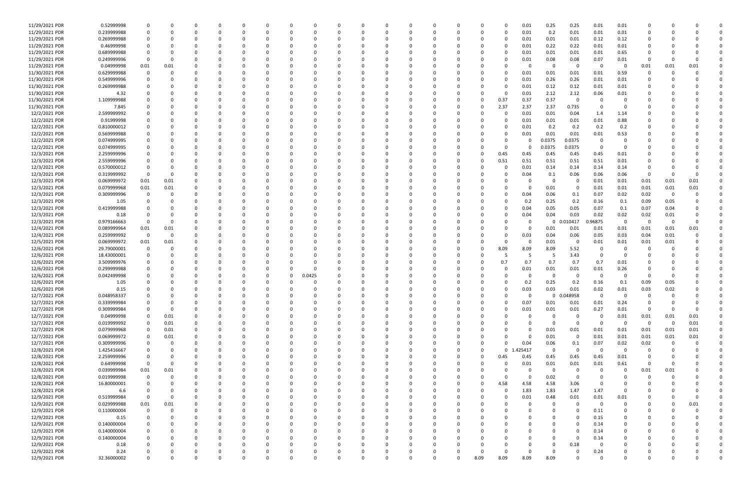| | | | | | | | | | | | | | | | | | | | | | | | | | | |
|---|---|---|---|---|---|---|---|---|---|---|---|---|---|---|---|---|---|---|---|---|---|---|---|---|---|---|
| 11/29/2021 PDR | 0.52999998 | 0 | 0 | 0 | 0 | 0 | 0 | 0 | 0 | 0 | 0 | 0 | 0 | 0 | 0 | 0 | 0 | 0.01 | 0.25 | 0.25 | 0.01 | 0.01 | 0 | 0 | 0 | 0 |
| 11/29/2021 PDR | 0.239999988 | 0 | 0 | 0 | 0 | 0 | 0 | 0 | 0 | 0 | 0 | 0 | 0 | 0 | 0 | 0 | 0 | 0.01 | 0.2 | 0.01 | 0.01 | 0.01 | 0 | 0 | 0 | 0 |
| 11/29/2021 PDR | 0.269999988 | 0 | 0 | 0 | 0 | 0 | 0 | 0 | 0 | 0 | 0 | 0 | 0 | 0 | 0 | 0 | 0 | 0.01 | 0.01 | 0.01 | 0.12 | 0.12 | 0 | 0 | 0 | 0 |
| 11/29/2021 PDR | 0.46999998 | 0 | 0 | 0 | 0 | 0 | 0 | 0 | 0 | 0 | 0 | 0 | 0 | 0 | 0 | 0 | 0 | 0.01 | 0.22 | 0.22 | 0.01 | 0.01 | 0 | 0 | 0 | 0 |
| 11/29/2021 PDR | 0.689999988 | 0 | 0 | 0 | 0 | 0 | 0 | 0 | 0 | 0 | 0 | 0 | 0 | 0 | 0 | 0 | 0 | 0.01 | 0.01 | 0.01 | 0.01 | 0.65 | 0 | 0 | 0 | 0 |
| 11/29/2021 PDR | 0.249999996 | 0 | 0 | 0 | 0 | 0 | 0 | 0 | 0 | 0 | 0 | 0 | 0 | 0 | 0 | 0 | 0 | 0.01 | 0.08 | 0.08 | 0.07 | 0.01 | 0 | 0 | 0 | 0 |
| 11/29/2021 PDR | 0.04999998 | 0.01 | 0.01 | 0 | 0 | 0 | 0 | 0 | 0 | 0 | 0 | 0 | 0 | 0 | 0 | 0 | 0 | 0 | 0 | 0 | 0 | 0 | 0.01 | 0.01 | 0.01 | 0 |
| 11/30/2021 PDR | 0.629999988 | 0 | 0 | 0 | 0 | 0 | 0 | 0 | 0 | 0 | 0 | 0 | 0 | 0 | 0 | 0 | 0 | 0.01 | 0.01 | 0.01 | 0.01 | 0.59 | 0 | 0 | 0 | 0 |
| 11/30/2021 PDR | 0.549999996 | 0 | 0 | 0 | 0 | 0 | 0 | 0 | 0 | 0 | 0 | 0 | 0 | 0 | 0 | 0 | 0 | 0.01 | 0.26 | 0.26 | 0.01 | 0.01 | 0 | 0 | 0 | 0 |
| 11/30/2021 PDR | 0.269999988 | 0 | 0 | 0 | 0 | 0 | 0 | 0 | 0 | 0 | 0 | 0 | 0 | 0 | 0 | 0 | 0 | 0.01 | 0.12 | 0.12 | 0.01 | 0.01 | 0 | 0 | 0 | 0 |
| 11/30/2021 PDR | 4.32 | 0 | 0 | 0 | 0 | 0 | 0 | 0 | 0 | 0 | 0 | 0 | 0 | 0 | 0 | 0 | 0 | 0.01 | 2.12 | 2.12 | 0.06 | 0.01 | 0 | 0 | 0 | 0 |
| 11/30/2021 PDR | 1.109999988 | 0 | 0 | 0 | 0 | 0 | 0 | 0 | 0 | 0 | 0 | 0 | 0 | 0 | 0 | 0 | 0.37 | 0.37 | 0.37 | 0 | 0 | 0 | 0 | 0 | 0 | 0 |
| 11/30/2021 PDR | 7.845 | 0 | 0 | 0 | 0 | 0 | 0 | 0 | 0 | 0 | 0 | 0 | 0 | 0 | 0 | 0 | 2.37 | 2.37 | 2.37 | 0.735 | 0 | 0 | 0 | 0 | 0 | 0 |
| 12/2/2021 PDR | 2.599999992 | 0 | 0 | 0 | 0 | 0 | 0 | 0 | 0 | 0 | 0 | 0 | 0 | 0 | 0 | 0 | 0 | 0.01 | 0.01 | 0.04 | 1.4 | 1.14 | 0 | 0 | 0 | 0 |
| 12/2/2021 PDR | 0.91999998 | 0 | 0 | 0 | 0 | 0 | 0 | 0 | 0 | 0 | 0 | 0 | 0 | 0 | 0 | 0 | 0 | 0.01 | 0.01 | 0.01 | 0.01 | 0.88 | 0 | 0 | 0 | 0 |
| 12/2/2021 PDR | 0.810000012 | 0 | 0 | 0 | 0 | 0 | 0 | 0 | 0 | 0 | 0 | 0 | 0 | 0 | 0 | 0 | 0 | 0.01 | 0.2 | 0.2 | 0.2 | 0.2 | 0 | 0 | 0 | 0 |
| 12/2/2021 PDR | 0.569999988 | 0 | 0 | 0 | 0 | 0 | 0 | 0 | 0 | 0 | 0 | 0 | 0 | 0 | 0 | 0 | 0 | 0.01 | 0.01 | 0.01 | 0.01 | 0.53 | 0 | 0 | 0 | 0 |
| 12/2/2021 PDR | 0.074999995 | 0 | 0 | 0 | 0 | 0 | 0 | 0 | 0 | 0 | 0 | 0 | 0 | 0 | 0 | 0 | 0 | 0 | 0.0375 | 0.0375 | 0 | 0 | 0 | 0 | 0 | 0 |
| 12/2/2021 PDR | 0.074999995 | 0 | 0 | 0 | 0 | 0 | 0 | 0 | 0 | 0 | 0 | 0 | 0 | 0 | 0 | 0 | 0 | 0 | 0.0375 | 0.0375 | 0 | 0 | 0 | 0 | 0 | 0 |
| 12/3/2021 PDR | 2.259999996 | 0 | 0 | 0 | 0 | 0 | 0 | 0 | 0 | 0 | 0 | 0 | 0 | 0 | 0 | 0 | 0.45 | 0.45 | 0.45 | 0.45 | 0.45 | 0.01 | 0 | 0 | 0 | 0 |
| 12/3/2021 PDR | 2.559999996 | 0 | 0 | 0 | 0 | 0 | 0 | 0 | 0 | 0 | 0 | 0 | 0 | 0 | 0 | 0 | 0.51 | 0.51 | 0.51 | 0.51 | 0.51 | 0.01 | 0 | 0 | 0 | 0 |
| 12/3/2021 PDR | 0.570000012 | 0 | 0 | 0 | 0 | 0 | 0 | 0 | 0 | 0 | 0 | 0 | 0 | 0 | 0 | 0 | 0 | 0.01 | 0.14 | 0.14 | 0.14 | 0.14 | 0 | 0 | 0 | 0 |
| 12/3/2021 PDR | 0.319999992 | 0 | 0 | 0 | 0 | 0 | 0 | 0 | 0 | 0 | 0 | 0 | 0 | 0 | 0 | 0 | 0 | 0.04 | 0.1 | 0.06 | 0.06 | 0.06 | 0 | 0 | 0 | 0 |
| 12/3/2021 PDR | 0.069999972 | 0.01 | 0.01 | 0 | 0 | 0 | 0 | 0 | 0 | 0 | 0 | 0 | 0 | 0 | 0 | 0 | 0 | 0 | 0 | 0 | 0.01 | 0.01 | 0.01 | 0.01 | 0.01 | 0 |
| 12/3/2021 PDR | 0.079999968 | 0.01 | 0.01 | 0 | 0 | 0 | 0 | 0 | 0 | 0 | 0 | 0 | 0 | 0 | 0 | 0 | 0 | 0 | 0.01 | 0 | 0.01 | 0.01 | 0.01 | 0.01 | 0.01 | 0 |
| 12/3/2021 PDR | 0.309999996 | 0 | 0 | 0 | 0 | 0 | 0 | 0 | 0 | 0 | 0 | 0 | 0 | 0 | 0 | 0 | 0 | 0.04 | 0.06 | 0.1 | 0.07 | 0.02 | 0.02 | 0 | 0 | 0 |
| 12/3/2021 PDR | 1.05 | 0 | 0 | 0 | 0 | 0 | 0 | 0 | 0 | 0 | 0 | 0 | 0 | 0 | 0 | 0 | 0 | 0.2 | 0.25 | 0.2 | 0.16 | 0.1 | 0.09 | 0.05 | 0 | 0 |
| 12/3/2021 PDR | 0.419999988 | 0 | 0 | 0 | 0 | 0 | 0 | 0 | 0 | 0 | 0 | 0 | 0 | 0 | 0 | 0 | 0 | 0.04 | 0.05 | 0.05 | 0.07 | 0.1 | 0.07 | 0.04 | 0 | 0 |
| 12/3/2021 PDR | 0.18 | 0 | 0 | 0 | 0 | 0 | 0 | 0 | 0 | 0 | 0 | 0 | 0 | 0 | 0 | 0 | 0 | 0.04 | 0.04 | 0.03 | 0.02 | 0.02 | 0.02 | 0.01 | 0 | 0 |
| 12/3/2021 PDR | 0.979166663 | 0 | 0 | 0 | 0 | 0 | 0 | 0 | 0 | 0 | 0 | 0 | 0 | 0 | 0 | 0 | 0 | 0 | 0 | 0.010417 | 0.96875 | 0 | 0 | 0 | 0 | 0 |
| 12/4/2021 PDR | 0.089999964 | 0.01 | 0.01 | 0 | 0 | 0 | 0 | 0 | 0 | 0 | 0 | 0 | 0 | 0 | 0 | 0 | 0 | 0 | 0.01 | 0.01 | 0.01 | 0.01 | 0.01 | 0.01 | 0.01 | 0 |
| 12/4/2021 PDR | 0.259999992 | 0 | 0 | 0 | 0 | 0 | 0 | 0 | 0 | 0 | 0 | 0 | 0 | 0 | 0 | 0 | 0 | 0.03 | 0.04 | 0.06 | 0.05 | 0.03 | 0.04 | 0.01 | 0 | 0 |
| 12/5/2021 PDR | 0.069999972 | 0.01 | 0.01 | 0 | 0 | 0 | 0 | 0 | 0 | 0 | 0 | 0 | 0 | 0 | 0 | 0 | 0 | 0 | 0.01 | 0 | 0.01 | 0.01 | 0.01 | 0.01 | 0 | 0 |
| 12/6/2021 PDR | 29.79000001 | 0 | 0 | 0 | 0 | 0 | 0 | 0 | 0 | 0 | 0 | 0 | 0 | 0 | 0 | 0 | 8.09 | 8.09 | 8.09 | 5.52 | 0 | 0 | 0 | 0 | 0 | 0 |
| 12/6/2021 PDR | 18.43000001 | 0 | 0 | 0 | 0 | 0 | 0 | 0 | 0 | 0 | 0 | 0 | 0 | 0 | 0 | 0 | 5 | 5 | 5 | 3.43 | 0 | 0 | 0 | 0 | 0 | 0 |
| 12/6/2021 PDR | 3.509999976 | 0 | 0 | 0 | 0 | 0 | 0 | 0 | 0 | 0 | 0 | 0 | 0 | 0 | 0 | 0 | 0.7 | 0.7 | 0.7 | 0.7 | 0.7 | 0.01 | 0 | 0 | 0 | 0 |
| 12/6/2021 PDR | 0.299999988 | 0 | 0 | 0 | 0 | 0 | 0 | 0 | 0 | 0 | 0 | 0 | 0 | 0 | 0 | 0 | 0 | 0.01 | 0.01 | 0.01 | 0.01 | 0.26 | 0 | 0 | 0 | 0 |
| 12/6/2021 PDR | 0.042499998 | 0 | 0 | 0 | 0 | 0 | 0 | 0 | 0.0425 | 0 | 0 | 0 | 0 | 0 | 0 | 0 | 0 | 0 | 0 | 0 | 0 | 0 | 0 | 0 | 0 | 0 |
| 12/6/2021 PDR | 1.05 | 0 | 0 | 0 | 0 | 0 | 0 | 0 | 0 | 0 | 0 | 0 | 0 | 0 | 0 | 0 | 0 | 0.2 | 0.25 | 0.2 | 0.16 | 0.1 | 0.09 | 0.05 | 0 | 0 |
| 12/6/2021 PDR | 0.15 | 0 | 0 | 0 | 0 | 0 | 0 | 0 | 0 | 0 | 0 | 0 | 0 | 0 | 0 | 0 | 0 | 0.03 | 0.03 | 0.01 | 0.02 | 0.01 | 0.03 | 0.02 | 0 | 0 |
| 12/7/2021 PDR | 0.048958337 | 0 | 0 | 0 | 0 | 0 | 0 | 0 | 0 | 0 | 0 | 0 | 0 | 0 | 0 | 0 | 0 | 0 | 0 | 0.048958 | 0 | 0 | 0 | 0 | 0 | 0 |
| 12/7/2021 PDR | 0.339999984 | 0 | 0 | 0 | 0 | 0 | 0 | 0 | 0 | 0 | 0 | 0 | 0 | 0 | 0 | 0 | 0 | 0.07 | 0.01 | 0.01 | 0.01 | 0.24 | 0 | 0 | 0 | 0 |
| 12/7/2021 PDR | 0.309999984 | 0 | 0 | 0 | 0 | 0 | 0 | 0 | 0 | 0 | 0 | 0 | 0 | 0 | 0 | 0 | 0 | 0.01 | 0.01 | 0.01 | 0.27 | 0.01 | 0 | 0 | 0 | 0 |
| 12/7/2021 PDR | 0.04999998 | 0 | 0.01 | 0 | 0 | 0 | 0 | 0 | 0 | 0 | 0 | 0 | 0 | 0 | 0 | 0 | 0 | 0 | 0 | 0 | 0 | 0.01 | 0.01 | 0.01 | 0.01 | 0 |
| 12/7/2021 PDR | 0.019999992 | 0 | 0.01 | 0 | 0 | 0 | 0 | 0 | 0 | 0 | 0 | 0 | 0 | 0 | 0 | 0 | 0 | 0 | 0 | 0 | 0 | 0 | 0 | 0 | 0.01 | 0 |
| 12/7/2021 PDR | 0.079999968 | 0 | 0.01 | 0 | 0 | 0 | 0 | 0 | 0 | 0 | 0 | 0 | 0 | 0 | 0 | 0 | 0 | 0 | 0.01 | 0.01 | 0.01 | 0.01 | 0.01 | 0.01 | 0.01 | 0 |
| 12/7/2021 PDR | 0.069999972 | 0 | 0.01 | 0 | 0 | 0 | 0 | 0 | 0 | 0 | 0 | 0 | 0 | 0 | 0 | 0 | 0 | 0 | 0.01 | 0 | 0.01 | 0.01 | 0.01 | 0.01 | 0.01 | 0 |
| 12/7/2021 PDR | 0.309999996 | 0 | 0 | 0 | 0 | 0 | 0 | 0 | 0 | 0 | 0 | 0 | 0 | 0 | 0 | 0 | 0 | 0.04 | 0.06 | 0.1 | 0.07 | 0.02 | 0.02 | 0 | 0 | 0 |
| 12/8/2021 PDR | 1.425416667 | 0 | 0 | 0 | 0 | 0 | 0 | 0 | 0 | 0 | 0 | 0 | 0 | 0 | 0 | 0 | 0 | 1.425417 | 0 | 0 | 0 | 0 | 0 | 0 | 0 | 0 |
| 12/8/2021 PDR | 2.259999996 | 0 | 0 | 0 | 0 | 0 | 0 | 0 | 0 | 0 | 0 | 0 | 0 | 0 | 0 | 0 | 0.45 | 0.45 | 0.45 | 0.45 | 0.45 | 0.01 | 0 | 0 | 0 | 0 |
| 12/8/2021 PDR | 0.64999998 | 0 | 0 | 0 | 0 | 0 | 0 | 0 | 0 | 0 | 0 | 0 | 0 | 0 | 0 | 0 | 0 | 0.01 | 0.01 | 0.01 | 0.01 | 0.61 | 0 | 0 | 0 | 0 |
| 12/8/2021 PDR | 0.03999984 | 0.01 | 0.01 | 0 | 0 | 0 | 0 | 0 | 0 | 0 | 0 | 0 | 0 | 0 | 0 | 0 | 0 | 0 | 0 | 0 | 0 | 0 | 0.01 | 0.01 | 0 | 0 |
| 12/8/2021 PDR | 0.019999998 | 0 | 0 | 0 | 0 | 0 | 0 | 0 | 0 | 0 | 0 | 0 | 0 | 0 | 0 | 0 | 0 | 0 | 0.02 | 0 | 0 | 0 | 0 | 0 | 0 | 0 |
| 12/8/2021 PDR | 16.80000001 | 0 | 0 | 0 | 0 | 0 | 0 | 0 | 0 | 0 | 0 | 0 | 0 | 0 | 0 | 0 | 4.58 | 4.58 | 4.58 | 3.06 | 0 | 0 | 0 | 0 | 0 | 0 |
| 12/8/2021 PDR | 6.6 | 0 | 0 | 0 | 0 | 0 | 0 | 0 | 0 | 0 | 0 | 0 | 0 | 0 | 0 | 0 | 0 | 1.83 | 1.83 | 1.47 | 1.47 | 0 | 0 | 0 | 0 | 0 |
| 12/9/2021 PDR | 0.519999984 | 0 | 0 | 0 | 0 | 0 | 0 | 0 | 0 | 0 | 0 | 0 | 0 | 0 | 0 | 0 | 0 | 0.01 | 0.48 | 0.01 | 0.01 | 0.01 | 0 | 0 | 0 | 0 |
| 12/9/2021 PDR | 0.029999988 | 0.01 | 0.01 | 0 | 0 | 0 | 0 | 0 | 0 | 0 | 0 | 0 | 0 | 0 | 0 | 0 | 0 | 0 | 0 | 0 | 0 | 0 | 0 | 0 | 0.01 | 0 |
| 12/9/2021 PDR | 0.110000004 | 0 | 0 | 0 | 0 | 0 | 0 | 0 | 0 | 0 | 0 | 0 | 0 | 0 | 0 | 0 | 0 | 0 | 0 | 0 | 0.11 | 0 | 0 | 0 | 0 | 0 |
| 12/9/2021 PDR | 0.15 | 0 | 0 | 0 | 0 | 0 | 0 | 0 | 0 | 0 | 0 | 0 | 0 | 0 | 0 | 0 | 0 | 0 | 0 | 0 | 0.15 | 0 | 0 | 0 | 0 | 0 |
| 12/9/2021 PDR | 0.140000004 | 0 | 0 | 0 | 0 | 0 | 0 | 0 | 0 | 0 | 0 | 0 | 0 | 0 | 0 | 0 | 0 | 0 | 0 | 0 | 0.14 | 0 | 0 | 0 | 0 | 0 |
| 12/9/2021 PDR | 0.140000004 | 0 | 0 | 0 | 0 | 0 | 0 | 0 | 0 | 0 | 0 | 0 | 0 | 0 | 0 | 0 | 0 | 0 | 0 | 0 | 0.14 | 0 | 0 | 0 | 0 | 0 |
| 12/9/2021 PDR | 0.140000004 | 0 | 0 | 0 | 0 | 0 | 0 | 0 | 0 | 0 | 0 | 0 | 0 | 0 | 0 | 0 | 0 | 0 | 0 | 0 | 0.14 | 0 | 0 | 0 | 0 | 0 |
| 12/9/2021 PDR | 0.18 | 0 | 0 | 0 | 0 | 0 | 0 | 0 | 0 | 0 | 0 | 0 | 0 | 0 | 0 | 0 | 0 | 0 | 0 | 0.18 | 0 | 0 | 0 | 0 | 0 | 0 |
| 12/9/2021 PDR | 0.24 | 0 | 0 | 0 | 0 | 0 | 0 | 0 | 0 | 0 | 0 | 0 | 0 | 0 | 0 | 0 | 0 | 0 | 0 | 0 | 0.24 | 0 | 0 | 0 | 0 | 0 |
| 12/9/2021 PDR | 32.36000002 | 0 | 0 | 0 | 0 | 0 | 0 | 0 | 0 | 0 | 0 | 0 | 0 | 0 | 0 | 8.09 | 8.09 | 8.09 | 8.09 | 0 | 0 | 0 | 0 | 0 | 0 | 0 |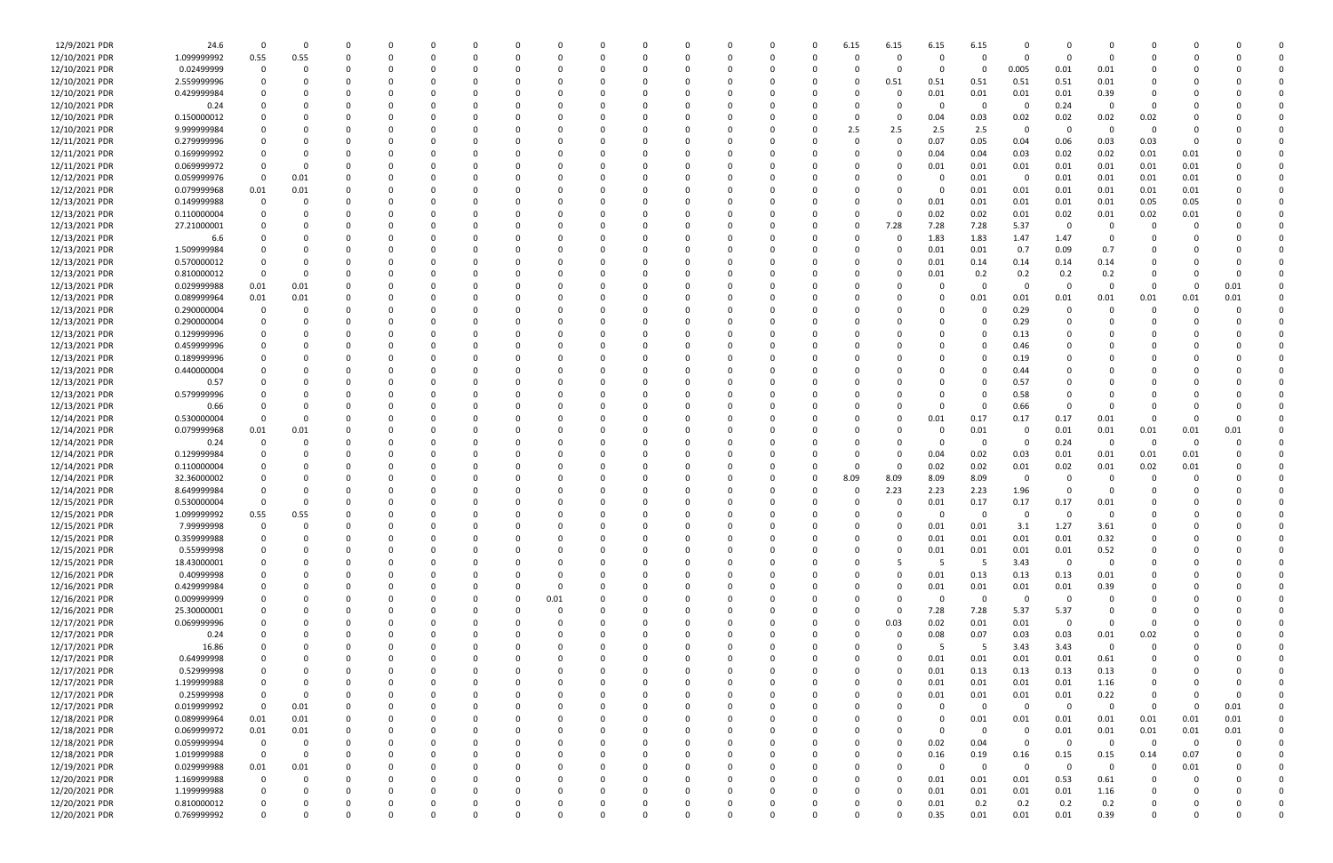| | | | | | | | | | | | | | | | | | | | | | | | | | | | | | | | | |
|---|---|---|---|---|---|---|---|---|---|---|---|---|---|---|---|---|---|---|---|---|---|---|---|---|---|---|---|---|---|---|---|---|
| 12/9/2021 PDR | 24.6 | 0 | 0 | 0 | 0 | 0 | 0 | 0 | 0 | 0 | 0 | 0 | 0 | 0 | 0 | 0 | 0 | 0 | 0 | 6.15 | 6.15 | 6.15 | 6.15 | 0 | 0 | 0 | 0 | 0 | 0 | 0 | 0 | 0 |
| 12/10/2021 PDR | 1.099999992 | 0.55 | 0.55 | 0 | 0 | 0 | 0 | 0 | 0 | 0 | 0 | 0 | 0 | 0 | 0 | 0 | 0 | 0 | 0 | 0 | 0 | 0 | 0 | 0 | 0 | 0 | 0 | 0 | 0 | 0 | 0 | 0 |
| 12/10/2021 PDR | 0.02499999 | 0 | 0 | 0 | 0 | 0 | 0 | 0 | 0 | 0 | 0 | 0 | 0 | 0 | 0 | 0 | 0 | 0 | 0 | 0 | 0 | 0 | 0 | 0.005 | 0.01 | 0.01 | 0 | 0 | 0 | 0 | 0 | 0 |
| 12/10/2021 PDR | 2.559999996 | 0 | 0 | 0 | 0 | 0 | 0 | 0 | 0 | 0 | 0 | 0 | 0 | 0 | 0 | 0 | 0 | 0 | 0 | 0 | 0.51 | 0.51 | 0.51 | 0.51 | 0.51 | 0.01 | 0 | 0 | 0 | 0 | 0 | 0 |
| 12/10/2021 PDR | 0.429999984 | 0 | 0 | 0 | 0 | 0 | 0 | 0 | 0 | 0 | 0 | 0 | 0 | 0 | 0 | 0 | 0 | 0 | 0 | 0 | 0 | 0.01 | 0.01 | 0.01 | 0.01 | 0.39 | 0 | 0 | 0 | 0 | 0 | 0 |
| 12/10/2021 PDR | 0.24 | 0 | 0 | 0 | 0 | 0 | 0 | 0 | 0 | 0 | 0 | 0 | 0 | 0 | 0 | 0 | 0 | 0 | 0 | 0 | 0 | 0 | 0 | 0 | 0.24 | 0 | 0 | 0 | 0 | 0 | 0 | 0 |
| 12/10/2021 PDR | 0.150000012 | 0 | 0 | 0 | 0 | 0 | 0 | 0 | 0 | 0 | 0 | 0 | 0 | 0 | 0 | 0 | 0 | 0 | 0 | 0 | 0 | 0.04 | 0.03 | 0.02 | 0.02 | 0.02 | 0.02 | 0 | 0 | 0 | 0 | 0 |
| 12/10/2021 PDR | 9.999999984 | 0 | 0 | 0 | 0 | 0 | 0 | 0 | 0 | 0 | 0 | 0 | 0 | 0 | 0 | 0 | 0 | 0 | 0 | 2.5 | 2.5 | 2.5 | 2.5 | 0 | 0 | 0 | 0 | 0 | 0 | 0 | 0 | 0 |
| 12/11/2021 PDR | 0.279999996 | 0 | 0 | 0 | 0 | 0 | 0 | 0 | 0 | 0 | 0 | 0 | 0 | 0 | 0 | 0 | 0 | 0 | 0 | 0 | 0 | 0.07 | 0.05 | 0.04 | 0.06 | 0.03 | 0.03 | 0 | 0 | 0 | 0 | 0 |
| 12/11/2021 PDR | 0.169999992 | 0 | 0 | 0 | 0 | 0 | 0 | 0 | 0 | 0 | 0 | 0 | 0 | 0 | 0 | 0 | 0 | 0 | 0 | 0 | 0 | 0.04 | 0.04 | 0.03 | 0.02 | 0.02 | 0.01 | 0.01 | 0 | 0 | 0 | 0 |
| 12/11/2021 PDR | 0.069999972 | 0 | 0 | 0 | 0 | 0 | 0 | 0 | 0 | 0 | 0 | 0 | 0 | 0 | 0 | 0 | 0 | 0 | 0 | 0 | 0 | 0.01 | 0.01 | 0.01 | 0.01 | 0.01 | 0.01 | 0.01 | 0 | 0 | 0 | 0 |
| 12/12/2021 PDR | 0.059999976 | 0 | 0.01 | 0 | 0 | 0 | 0 | 0 | 0 | 0 | 0 | 0 | 0 | 0 | 0 | 0 | 0 | 0 | 0 | 0 | 0 | 0 | 0.01 | 0 | 0.01 | 0.01 | 0.01 | 0.01 | 0 | 0 | 0 | 0 |
| 12/12/2021 PDR | 0.079999968 | 0.01 | 0.01 | 0 | 0 | 0 | 0 | 0 | 0 | 0 | 0 | 0 | 0 | 0 | 0 | 0 | 0 | 0 | 0 | 0 | 0 | 0 | 0.01 | 0.01 | 0.01 | 0.01 | 0.01 | 0.01 | 0 | 0 | 0 | 0 |
| 12/13/2021 PDR | 0.149999988 | 0 | 0 | 0 | 0 | 0 | 0 | 0 | 0 | 0 | 0 | 0 | 0 | 0 | 0 | 0 | 0 | 0 | 0 | 0 | 0 | 0.01 | 0.01 | 0.01 | 0.01 | 0.01 | 0.05 | 0.05 | 0 | 0 | 0 | 0 |
| 12/13/2021 PDR | 0.110000004 | 0 | 0 | 0 | 0 | 0 | 0 | 0 | 0 | 0 | 0 | 0 | 0 | 0 | 0 | 0 | 0 | 0 | 0 | 0 | 0 | 0.02 | 0.02 | 0.01 | 0.02 | 0.01 | 0.02 | 0.01 | 0 | 0 | 0 | 0 |
| 12/13/2021 PDR | 27.21000001 | 0 | 0 | 0 | 0 | 0 | 0 | 0 | 0 | 0 | 0 | 0 | 0 | 0 | 0 | 0 | 0 | 0 | 0 | 0 | 7.28 | 7.28 | 7.28 | 5.37 | 0 | 0 | 0 | 0 | 0 | 0 | 0 | 0 |
| 12/13/2021 PDR | 6.6 | 0 | 0 | 0 | 0 | 0 | 0 | 0 | 0 | 0 | 0 | 0 | 0 | 0 | 0 | 0 | 0 | 0 | 0 | 0 | 0 | 1.83 | 1.83 | 1.47 | 1.47 | 0 | 0 | 0 | 0 | 0 | 0 | 0 |
| 12/13/2021 PDR | 1.509999984 | 0 | 0 | 0 | 0 | 0 | 0 | 0 | 0 | 0 | 0 | 0 | 0 | 0 | 0 | 0 | 0 | 0 | 0 | 0 | 0 | 0.01 | 0.01 | 0.7 | 0.09 | 0.7 | 0 | 0 | 0 | 0 | 0 | 0 |
| 12/13/2021 PDR | 0.570000012 | 0 | 0 | 0 | 0 | 0 | 0 | 0 | 0 | 0 | 0 | 0 | 0 | 0 | 0 | 0 | 0 | 0 | 0 | 0 | 0 | 0.01 | 0.14 | 0.14 | 0.14 | 0.14 | 0 | 0 | 0 | 0 | 0 | 0 |
| 12/13/2021 PDR | 0.810000012 | 0 | 0 | 0 | 0 | 0 | 0 | 0 | 0 | 0 | 0 | 0 | 0 | 0 | 0 | 0 | 0 | 0 | 0 | 0 | 0 | 0.01 | 0.2 | 0.2 | 0.2 | 0.2 | 0 | 0 | 0 | 0 | 0 | 0 |
| 12/13/2021 PDR | 0.029999988 | 0.01 | 0.01 | 0 | 0 | 0 | 0 | 0 | 0 | 0 | 0 | 0 | 0 | 0 | 0 | 0 | 0 | 0 | 0 | 0 | 0 | 0 | 0 | 0 | 0 | 0 | 0 | 0 | 0 | 0 | 0.01 | 0 |
| 12/13/2021 PDR | 0.089999964 | 0.01 | 0.01 | 0 | 0 | 0 | 0 | 0 | 0 | 0 | 0 | 0 | 0 | 0 | 0 | 0 | 0 | 0 | 0 | 0 | 0 | 0 | 0 | 0 | 0.01 | 0.01 | 0.01 | 0.01 | 0.01 | 0.01 | 0.01 | 0 |
| 12/13/2021 PDR | 0.290000004 | 0 | 0 | 0 | 0 | 0 | 0 | 0 | 0 | 0 | 0 | 0 | 0 | 0 | 0 | 0 | 0 | 0 | 0 | 0 | 0 | 0 | 0 | 0.29 | 0 | 0 | 0 | 0 | 0 | 0 | 0 | 0 |
| 12/13/2021 PDR | 0.290000004 | 0 | 0 | 0 | 0 | 0 | 0 | 0 | 0 | 0 | 0 | 0 | 0 | 0 | 0 | 0 | 0 | 0 | 0 | 0 | 0 | 0 | 0 | 0.29 | 0 | 0 | 0 | 0 | 0 | 0 | 0 | 0 |
| 12/13/2021 PDR | 0.129999996 | 0 | 0 | 0 | 0 | 0 | 0 | 0 | 0 | 0 | 0 | 0 | 0 | 0 | 0 | 0 | 0 | 0 | 0 | 0 | 0 | 0 | 0 | 0.13 | 0 | 0 | 0 | 0 | 0 | 0 | 0 | 0 |
| 12/13/2021 PDR | 0.459999996 | 0 | 0 | 0 | 0 | 0 | 0 | 0 | 0 | 0 | 0 | 0 | 0 | 0 | 0 | 0 | 0 | 0 | 0 | 0 | 0 | 0 | 0 | 0.46 | 0 | 0 | 0 | 0 | 0 | 0 | 0 | 0 |
| 12/13/2021 PDR | 0.189999996 | 0 | 0 | 0 | 0 | 0 | 0 | 0 | 0 | 0 | 0 | 0 | 0 | 0 | 0 | 0 | 0 | 0 | 0 | 0 | 0 | 0 | 0 | 0.19 | 0 | 0 | 0 | 0 | 0 | 0 | 0 | 0 |
| 12/13/2021 PDR | 0.440000004 | 0 | 0 | 0 | 0 | 0 | 0 | 0 | 0 | 0 | 0 | 0 | 0 | 0 | 0 | 0 | 0 | 0 | 0 | 0 | 0 | 0 | 0 | 0.44 | 0 | 0 | 0 | 0 | 0 | 0 | 0 | 0 |
| 12/13/2021 PDR | 0.57 | 0 | 0 | 0 | 0 | 0 | 0 | 0 | 0 | 0 | 0 | 0 | 0 | 0 | 0 | 0 | 0 | 0 | 0 | 0 | 0 | 0 | 0 | 0.57 | 0 | 0 | 0 | 0 | 0 | 0 | 0 | 0 |
| 12/13/2021 PDR | 0.579999996 | 0 | 0 | 0 | 0 | 0 | 0 | 0 | 0 | 0 | 0 | 0 | 0 | 0 | 0 | 0 | 0 | 0 | 0 | 0 | 0 | 0 | 0 | 0.58 | 0 | 0 | 0 | 0 | 0 | 0 | 0 | 0 |
| 12/13/2021 PDR | 0.66 | 0 | 0 | 0 | 0 | 0 | 0 | 0 | 0 | 0 | 0 | 0 | 0 | 0 | 0 | 0 | 0 | 0 | 0 | 0 | 0 | 0 | 0 | 0.66 | 0 | 0 | 0 | 0 | 0 | 0 | 0 | 0 |
| 12/14/2021 PDR | 0.530000004 | 0 | 0 | 0 | 0 | 0 | 0 | 0 | 0 | 0 | 0 | 0 | 0 | 0 | 0 | 0 | 0 | 0 | 0 | 0 | 0 | 0.01 | 0.17 | 0.17 | 0.17 | 0.01 | 0 | 0 | 0 | 0 | 0 | 0 |
| 12/14/2021 PDR | 0.079999968 | 0.01 | 0.01 | 0 | 0 | 0 | 0 | 0 | 0 | 0 | 0 | 0 | 0 | 0 | 0 | 0 | 0 | 0 | 0 | 0 | 0 | 0 | 0 | 0 | 0.01 | 0 | 0.01 | 0.01 | 0.01 | 0.01 | 0.01 | 0 |
| 12/14/2021 PDR | 0.24 | 0 | 0 | 0 | 0 | 0 | 0 | 0 | 0 | 0 | 0 | 0 | 0 | 0 | 0 | 0 | 0 | 0 | 0 | 0 | 0 | 0 | 0 | 0 | 0.24 | 0 | 0 | 0 | 0 | 0 | 0 | 0 |
| 12/14/2021 PDR | 0.129999984 | 0 | 0 | 0 | 0 | 0 | 0 | 0 | 0 | 0 | 0 | 0 | 0 | 0 | 0 | 0 | 0 | 0 | 0 | 0 | 0 | 0.04 | 0.02 | 0.03 | 0.01 | 0.01 | 0.01 | 0.01 | 0 | 0 | 0 | 0 |
| 12/14/2021 PDR | 0.110000004 | 0 | 0 | 0 | 0 | 0 | 0 | 0 | 0 | 0 | 0 | 0 | 0 | 0 | 0 | 0 | 0 | 0 | 0 | 0 | 0 | 0.02 | 0.02 | 0.01 | 0.02 | 0.01 | 0.02 | 0.01 | 0 | 0 | 0 | 0 |
| 12/14/2021 PDR | 32.36000002 | 0 | 0 | 0 | 0 | 0 | 0 | 0 | 0 | 0 | 0 | 0 | 0 | 0 | 0 | 0 | 0 | 0 | 0 | 8.09 | 8.09 | 8.09 | 8.09 | 0 | 0 | 0 | 0 | 0 | 0 | 0 | 0 | 0 |
| 12/14/2021 PDR | 8.649999984 | 0 | 0 | 0 | 0 | 0 | 0 | 0 | 0 | 0 | 0 | 0 | 0 | 0 | 0 | 0 | 0 | 0 | 0 | 0 | 2.23 | 2.23 | 2.23 | 1.96 | 0 | 0 | 0 | 0 | 0 | 0 | 0 | 0 |
| 12/15/2021 PDR | 0.530000004 | 0 | 0 | 0 | 0 | 0 | 0 | 0 | 0 | 0 | 0 | 0 | 0 | 0 | 0 | 0 | 0 | 0 | 0 | 0 | 0 | 0.01 | 0.17 | 0.17 | 0.17 | 0.01 | 0 | 0 | 0 | 0 | 0 | 0 |
| 12/15/2021 PDR | 1.099999992 | 0.55 | 0.55 | 0 | 0 | 0 | 0 | 0 | 0 | 0 | 0 | 0 | 0 | 0 | 0 | 0 | 0 | 0 | 0 | 0 | 0 | 0 | 0 | 0 | 0 | 0 | 0 | 0 | 0 | 0 | 0 | 0 |
| 12/15/2021 PDR | 7.99999998 | 0 | 0 | 0 | 0 | 0 | 0 | 0 | 0 | 0 | 0 | 0 | 0 | 0 | 0 | 0 | 0 | 0 | 0 | 0 | 0 | 0.01 | 0.01 | 3.1 | 1.27 | 3.61 | 0 | 0 | 0 | 0 | 0 | 0 |
| 12/15/2021 PDR | 0.359999988 | 0 | 0 | 0 | 0 | 0 | 0 | 0 | 0 | 0 | 0 | 0 | 0 | 0 | 0 | 0 | 0 | 0 | 0 | 0 | 0 | 0.01 | 0.01 | 0.01 | 0.01 | 0.32 | 0 | 0 | 0 | 0 | 0 | 0 |
| 12/15/2021 PDR | 0.55999998 | 0 | 0 | 0 | 0 | 0 | 0 | 0 | 0 | 0 | 0 | 0 | 0 | 0 | 0 | 0 | 0 | 0 | 0 | 0 | 0 | 0.01 | 0.01 | 0.01 | 0.01 | 0.52 | 0 | 0 | 0 | 0 | 0 | 0 |
| 12/15/2021 PDR | 18.43000001 | 0 | 0 | 0 | 0 | 0 | 0 | 0 | 0 | 0 | 0 | 0 | 0 | 0 | 0 | 0 | 0 | 0 | 0 | 0 | 5 | 5 | 5 | 3.43 | 0 | 0 | 0 | 0 | 0 | 0 | 0 | 0 |
| 12/16/2021 PDR | 0.40999998 | 0 | 0 | 0 | 0 | 0 | 0 | 0 | 0 | 0 | 0 | 0 | 0 | 0 | 0 | 0 | 0 | 0 | 0 | 0 | 0 | 0.01 | 0.13 | 0.13 | 0.13 | 0.01 | 0 | 0 | 0 | 0 | 0 | 0 |
| 12/16/2021 PDR | 0.429999984 | 0 | 0 | 0 | 0 | 0 | 0 | 0 | 0 | 0 | 0 | 0 | 0 | 0 | 0 | 0 | 0 | 0 | 0 | 0 | 0 | 0.01 | 0.01 | 0.01 | 0.01 | 0.39 | 0 | 0 | 0 | 0 | 0 | 0 |
| 12/16/2021 PDR | 0.009999999 | 0 | 0 | 0 | 0 | 0 | 0 | 0 | 0 | 0 | 0.01 | 0 | 0 | 0 | 0 | 0 | 0 | 0 | 0 | 0 | 0 | 0 | 0 | 0 | 0 | 0 | 0 | 0 | 0 | 0 | 0 | 0 |
| 12/16/2021 PDR | 25.30000001 | 0 | 0 | 0 | 0 | 0 | 0 | 0 | 0 | 0 | 0 | 0 | 0 | 0 | 0 | 0 | 0 | 0 | 0 | 0 | 0 | 7.28 | 7.28 | 5.37 | 5.37 | 0 | 0 | 0 | 0 | 0 | 0 | 0 |
| 12/17/2021 PDR | 0.069999996 | 0 | 0 | 0 | 0 | 0 | 0 | 0 | 0 | 0 | 0 | 0 | 0 | 0 | 0 | 0 | 0 | 0 | 0 | 0 | 0.03 | 0.02 | 0.01 | 0.01 | 0 | 0 | 0 | 0 | 0 | 0 | 0 | 0 |
| 12/17/2021 PDR | 0.24 | 0 | 0 | 0 | 0 | 0 | 0 | 0 | 0 | 0 | 0 | 0 | 0 | 0 | 0 | 0 | 0 | 0 | 0 | 0 | 0 | 0.08 | 0.07 | 0.03 | 0.03 | 0.01 | 0.02 | 0 | 0 | 0 | 0 | 0 |
| 12/17/2021 PDR | 16.86 | 0 | 0 | 0 | 0 | 0 | 0 | 0 | 0 | 0 | 0 | 0 | 0 | 0 | 0 | 0 | 0 | 0 | 0 | 0 | 0 | 5 | 5 | 3.43 | 3.43 | 0 | 0 | 0 | 0 | 0 | 0 | 0 |
| 12/17/2021 PDR | 0.64999998 | 0 | 0 | 0 | 0 | 0 | 0 | 0 | 0 | 0 | 0 | 0 | 0 | 0 | 0 | 0 | 0 | 0 | 0 | 0 | 0 | 0.01 | 0.01 | 0.01 | 0.01 | 0.61 | 0 | 0 | 0 | 0 | 0 | 0 |
| 12/17/2021 PDR | 0.52999998 | 0 | 0 | 0 | 0 | 0 | 0 | 0 | 0 | 0 | 0 | 0 | 0 | 0 | 0 | 0 | 0 | 0 | 0 | 0 | 0 | 0.01 | 0.13 | 0.13 | 0.13 | 0.13 | 0 | 0 | 0 | 0 | 0 | 0 |
| 12/17/2021 PDR | 1.199999988 | 0 | 0 | 0 | 0 | 0 | 0 | 0 | 0 | 0 | 0 | 0 | 0 | 0 | 0 | 0 | 0 | 0 | 0 | 0 | 0 | 0.01 | 0.01 | 0.01 | 0.01 | 1.16 | 0 | 0 | 0 | 0 | 0 | 0 |
| 12/17/2021 PDR | 0.25999998 | 0 | 0 | 0 | 0 | 0 | 0 | 0 | 0 | 0 | 0 | 0 | 0 | 0 | 0 | 0 | 0 | 0 | 0 | 0 | 0 | 0.01 | 0.01 | 0.01 | 0.01 | 0.22 | 0 | 0 | 0 | 0 | 0 | 0 |
| 12/17/2021 PDR | 0.019999992 | 0 | 0.01 | 0 | 0 | 0 | 0 | 0 | 0 | 0 | 0 | 0 | 0 | 0 | 0 | 0 | 0 | 0 | 0 | 0 | 0 | 0 | 0 | 0 | 0 | 0 | 0 | 0 | 0 | 0 | 0.01 | 0 |
| 12/18/2021 PDR | 0.089999964 | 0.01 | 0.01 | 0 | 0 | 0 | 0 | 0 | 0 | 0 | 0 | 0 | 0 | 0 | 0 | 0 | 0 | 0 | 0 | 0 | 0 | 0 | 0 | 0 | 0.01 | 0.01 | 0.01 | 0.01 | 0.01 | 0.01 | 0.01 | 0 |
| 12/18/2021 PDR | 0.069999972 | 0.01 | 0.01 | 0 | 0 | 0 | 0 | 0 | 0 | 0 | 0 | 0 | 0 | 0 | 0 | 0 | 0 | 0 | 0 | 0 | 0 | 0 | 0 | 0 | 0 | 0 | 0.01 | 0.01 | 0.01 | 0.01 | 0.01 | 0 |
| 12/18/2021 PDR | 0.059999994 | 0 | 0 | 0 | 0 | 0 | 0 | 0 | 0 | 0 | 0 | 0 | 0 | 0 | 0 | 0 | 0 | 0 | 0 | 0 | 0 | 0.02 | 0.04 | 0 | 0 | 0 | 0 | 0 | 0 | 0 | 0 | 0 |
| 12/18/2021 PDR | 1.019999988 | 0 | 0 | 0 | 0 | 0 | 0 | 0 | 0 | 0 | 0 | 0 | 0 | 0 | 0 | 0 | 0 | 0 | 0 | 0 | 0 | 0.16 | 0.19 | 0.16 | 0.15 | 0.15 | 0.14 | 0.07 | 0 | 0 | 0 | 0 |
| 12/19/2021 PDR | 0.029999988 | 0.01 | 0.01 | 0 | 0 | 0 | 0 | 0 | 0 | 0 | 0 | 0 | 0 | 0 | 0 | 0 | 0 | 0 | 0 | 0 | 0 | 0 | 0 | 0 | 0 | 0 | 0 | 0 | 0 | 0.01 | 0 | 0 |
| 12/20/2021 PDR | 1.169999988 | 0 | 0 | 0 | 0 | 0 | 0 | 0 | 0 | 0 | 0 | 0 | 0 | 0 | 0 | 0 | 0 | 0 | 0 | 0 | 0 | 0.01 | 0.01 | 0.01 | 0.53 | 0.61 | 0 | 0 | 0 | 0 | 0 | 0 |
| 12/20/2021 PDR | 1.199999988 | 0 | 0 | 0 | 0 | 0 | 0 | 0 | 0 | 0 | 0 | 0 | 0 | 0 | 0 | 0 | 0 | 0 | 0 | 0 | 0 | 0.01 | 0.01 | 0.01 | 0.01 | 1.16 | 0 | 0 | 0 | 0 | 0 | 0 |
| 12/20/2021 PDR | 0.810000012 | 0 | 0 | 0 | 0 | 0 | 0 | 0 | 0 | 0 | 0 | 0 | 0 | 0 | 0 | 0 | 0 | 0 | 0 | 0 | 0 | 0.01 | 0.2 | 0.2 | 0.2 | 0.2 | 0 | 0 | 0 | 0 | 0 | 0 |
| 12/20/2021 PDR | 0.769999992 | 0 | 0 | 0 | 0 | 0 | 0 | 0 | 0 | 0 | 0 | 0 | 0 | 0 | 0 | 0 | 0 | 0 | 0 | 0 | 0 | 0.35 | 0.01 | 0.01 | 0.01 | 0.39 | 0 | 0 | 0 | 0 | 0 | 0 |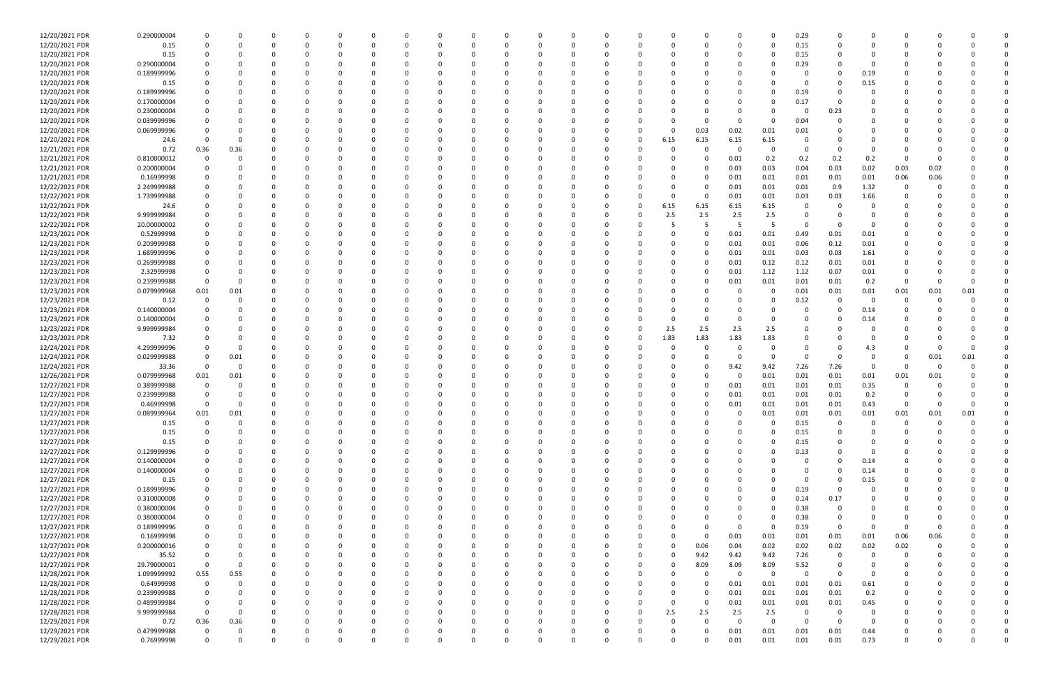| | | | | | | | | | | | | | | | | | | | | | | | | | | | |
|---|---|---|---|---|---|---|---|---|---|---|---|---|---|---|---|---|---|---|---|---|---|---|---|---|---|---|---|
| 12/20/2021 | PDR | 0.290000004 | 0 | 0 | 0 | 0 | 0 | 0 | 0 | 0 | 0 | 0 | 0 | 0 | 0 | 0 | 0 | 0 | 0 | 0 | 0.29 | 0 | 0 | 0 | 0 | 0 | 0 |
| 12/20/2021 | PDR | 0.15 | 0 | 0 | 0 | 0 | 0 | 0 | 0 | 0 | 0 | 0 | 0 | 0 | 0 | 0 | 0 | 0 | 0 | 0 | 0.15 | 0 | 0 | 0 | 0 | 0 | 0 |
| 12/20/2021 | PDR | 0.15 | 0 | 0 | 0 | 0 | 0 | 0 | 0 | 0 | 0 | 0 | 0 | 0 | 0 | 0 | 0 | 0 | 0 | 0 | 0.15 | 0 | 0 | 0 | 0 | 0 | 0 |
| 12/20/2021 | PDR | 0.290000004 | 0 | 0 | 0 | 0 | 0 | 0 | 0 | 0 | 0 | 0 | 0 | 0 | 0 | 0 | 0 | 0 | 0 | 0 | 0.29 | 0 | 0 | 0 | 0 | 0 | 0 |
| 12/20/2021 | PDR | 0.189999996 | 0 | 0 | 0 | 0 | 0 | 0 | 0 | 0 | 0 | 0 | 0 | 0 | 0 | 0 | 0 | 0 | 0 | 0 | 0 | 0 | 0.19 | 0 | 0 | 0 | 0 |
| 12/20/2021 | PDR | 0.15 | 0 | 0 | 0 | 0 | 0 | 0 | 0 | 0 | 0 | 0 | 0 | 0 | 0 | 0 | 0 | 0 | 0 | 0 | 0 | 0 | 0.15 | 0 | 0 | 0 | 0 |
| 12/20/2021 | PDR | 0.189999996 | 0 | 0 | 0 | 0 | 0 | 0 | 0 | 0 | 0 | 0 | 0 | 0 | 0 | 0 | 0 | 0 | 0 | 0 | 0.19 | 0 | 0 | 0 | 0 | 0 | 0 |
| 12/20/2021 | PDR | 0.170000004 | 0 | 0 | 0 | 0 | 0 | 0 | 0 | 0 | 0 | 0 | 0 | 0 | 0 | 0 | 0 | 0 | 0 | 0 | 0.17 | 0 | 0 | 0 | 0 | 0 | 0 |
| 12/20/2021 | PDR | 0.230000004 | 0 | 0 | 0 | 0 | 0 | 0 | 0 | 0 | 0 | 0 | 0 | 0 | 0 | 0 | 0 | 0 | 0 | 0 | 0 | 0.23 | 0 | 0 | 0 | 0 | 0 |
| 12/20/2021 | PDR | 0.039999996 | 0 | 0 | 0 | 0 | 0 | 0 | 0 | 0 | 0 | 0 | 0 | 0 | 0 | 0 | 0 | 0 | 0 | 0 | 0.04 | 0 | 0 | 0 | 0 | 0 | 0 |
| 12/20/2021 | PDR | 0.069999996 | 0 | 0 | 0 | 0 | 0 | 0 | 0 | 0 | 0 | 0 | 0 | 0 | 0 | 0 | 0 | 0.03 | 0.02 | 0.01 | 0.01 | 0 | 0 | 0 | 0 | 0 | 0 |
| 12/20/2021 | PDR | 24.6 | 0 | 0 | 0 | 0 | 0 | 0 | 0 | 0 | 0 | 0 | 0 | 0 | 0 | 0 | 6.15 | 6.15 | 6.15 | 6.15 | 0 | 0 | 0 | 0 | 0 | 0 | 0 |
| 12/21/2021 | PDR | 0.72 | 0.36 | 0.36 | 0 | 0 | 0 | 0 | 0 | 0 | 0 | 0 | 0 | 0 | 0 | 0 | 0 | 0 | 0 | 0 | 0 | 0 | 0 | 0 | 0 | 0 | 0 |
| 12/21/2021 | PDR | 0.810000012 | 0 | 0 | 0 | 0 | 0 | 0 | 0 | 0 | 0 | 0 | 0 | 0 | 0 | 0 | 0 | 0 | 0.01 | 0.2 | 0.2 | 0.2 | 0.2 | 0 | 0 | 0 | 0 |
| 12/21/2021 | PDR | 0.200000004 | 0 | 0 | 0 | 0 | 0 | 0 | 0 | 0 | 0 | 0 | 0 | 0 | 0 | 0 | 0 | 0 | 0.03 | 0.03 | 0.04 | 0.03 | 0.02 | 0.03 | 0.02 | 0 | 0 |
| 12/21/2021 | PDR | 0.16999998 | 0 | 0 | 0 | 0 | 0 | 0 | 0 | 0 | 0 | 0 | 0 | 0 | 0 | 0 | 0 | 0 | 0.01 | 0.01 | 0.01 | 0.01 | 0.01 | 0.06 | 0.06 | 0 | 0 |
| 12/22/2021 | PDR | 2.249999988 | 0 | 0 | 0 | 0 | 0 | 0 | 0 | 0 | 0 | 0 | 0 | 0 | 0 | 0 | 0 | 0 | 0.01 | 0.01 | 0.01 | 0.9 | 1.32 | 0 | 0 | 0 | 0 |
| 12/22/2021 | PDR | 1.739999988 | 0 | 0 | 0 | 0 | 0 | 0 | 0 | 0 | 0 | 0 | 0 | 0 | 0 | 0 | 0 | 0 | 0.01 | 0.01 | 0.03 | 0.03 | 1.66 | 0 | 0 | 0 | 0 |
| 12/22/2021 | PDR | 24.6 | 0 | 0 | 0 | 0 | 0 | 0 | 0 | 0 | 0 | 0 | 0 | 0 | 0 | 0 | 6.15 | 6.15 | 6.15 | 6.15 | 0 | 0 | 0 | 0 | 0 | 0 | 0 |
| 12/22/2021 | PDR | 9.999999984 | 0 | 0 | 0 | 0 | 0 | 0 | 0 | 0 | 0 | 0 | 0 | 0 | 0 | 0 | 2.5 | 2.5 | 2.5 | 2.5 | 0 | 0 | 0 | 0 | 0 | 0 | 0 |
| 12/22/2021 | PDR | 20.00000002 | 0 | 0 | 0 | 0 | 0 | 0 | 0 | 0 | 0 | 0 | 0 | 0 | 0 | 0 | 5 | 5 | 5 | 5 | 0 | 0 | 0 | 0 | 0 | 0 | 0 |
| 12/23/2021 | PDR | 0.52999998 | 0 | 0 | 0 | 0 | 0 | 0 | 0 | 0 | 0 | 0 | 0 | 0 | 0 | 0 | 0 | 0 | 0.01 | 0.01 | 0.49 | 0.01 | 0.01 | 0 | 0 | 0 | 0 |
| 12/23/2021 | PDR | 0.209999988 | 0 | 0 | 0 | 0 | 0 | 0 | 0 | 0 | 0 | 0 | 0 | 0 | 0 | 0 | 0 | 0 | 0.01 | 0.01 | 0.06 | 0.12 | 0.01 | 0 | 0 | 0 | 0 |
| 12/23/2021 | PDR | 1.689999996 | 0 | 0 | 0 | 0 | 0 | 0 | 0 | 0 | 0 | 0 | 0 | 0 | 0 | 0 | 0 | 0 | 0.01 | 0.01 | 0.03 | 0.03 | 1.61 | 0 | 0 | 0 | 0 |
| 12/23/2021 | PDR | 0.269999988 | 0 | 0 | 0 | 0 | 0 | 0 | 0 | 0 | 0 | 0 | 0 | 0 | 0 | 0 | 0 | 0 | 0.01 | 0.12 | 0.12 | 0.01 | 0.01 | 0 | 0 | 0 | 0 |
| 12/23/2021 | PDR | 2.32999998 | 0 | 0 | 0 | 0 | 0 | 0 | 0 | 0 | 0 | 0 | 0 | 0 | 0 | 0 | 0 | 0 | 0.01 | 1.12 | 1.12 | 0.07 | 0.01 | 0 | 0 | 0 | 0 |
| 12/23/2021 | PDR | 0.239999988 | 0 | 0 | 0 | 0 | 0 | 0 | 0 | 0 | 0 | 0 | 0 | 0 | 0 | 0 | 0 | 0 | 0.01 | 0.01 | 0.01 | 0.01 | 0.2 | 0 | 0 | 0 | 0 |
| 12/23/2021 | PDR | 0.079999968 | 0.01 | 0.01 | 0 | 0 | 0 | 0 | 0 | 0 | 0 | 0 | 0 | 0 | 0 | 0 | 0 | 0 | 0 | 0 | 0.01 | 0.01 | 0.01 | 0.01 | 0.01 | 0.01 | 0 |
| 12/23/2021 | PDR | 0.12 | 0 | 0 | 0 | 0 | 0 | 0 | 0 | 0 | 0 | 0 | 0 | 0 | 0 | 0 | 0 | 0 | 0 | 0 | 0.12 | 0 | 0 | 0 | 0 | 0 | 0 |
| 12/23/2021 | PDR | 0.140000004 | 0 | 0 | 0 | 0 | 0 | 0 | 0 | 0 | 0 | 0 | 0 | 0 | 0 | 0 | 0 | 0 | 0 | 0 | 0 | 0 | 0.14 | 0 | 0 | 0 | 0 |
| 12/23/2021 | PDR | 0.140000004 | 0 | 0 | 0 | 0 | 0 | 0 | 0 | 0 | 0 | 0 | 0 | 0 | 0 | 0 | 0 | 0 | 0 | 0 | 0 | 0 | 0.14 | 0 | 0 | 0 | 0 |
| 12/23/2021 | PDR | 9.999999984 | 0 | 0 | 0 | 0 | 0 | 0 | 0 | 0 | 0 | 0 | 0 | 0 | 0 | 0 | 2.5 | 2.5 | 2.5 | 2.5 | 0 | 0 | 0 | 0 | 0 | 0 | 0 |
| 12/23/2021 | PDR | 7.32 | 0 | 0 | 0 | 0 | 0 | 0 | 0 | 0 | 0 | 0 | 0 | 0 | 0 | 0 | 1.83 | 1.83 | 1.83 | 1.83 | 0 | 0 | 0 | 0 | 0 | 0 | 0 |
| 12/24/2021 | PDR | 4.299999996 | 0 | 0 | 0 | 0 | 0 | 0 | 0 | 0 | 0 | 0 | 0 | 0 | 0 | 0 | 0 | 0 | 0 | 0 | 0 | 0 | 4.3 | 0 | 0 | 0 | 0 |
| 12/24/2021 | PDR | 0.029999988 | 0 | 0.01 | 0 | 0 | 0 | 0 | 0 | 0 | 0 | 0 | 0 | 0 | 0 | 0 | 0 | 0 | 0 | 0 | 0 | 0 | 0 | 0 | 0.01 | 0.01 | 0 |
| 12/24/2021 | PDR | 33.36 | 0 | 0 | 0 | 0 | 0 | 0 | 0 | 0 | 0 | 0 | 0 | 0 | 0 | 0 | 0 | 0 | 9.42 | 9.42 | 7.26 | 7.26 | 0 | 0 | 0 | 0 | 0 |
| 12/26/2021 | PDR | 0.079999968 | 0.01 | 0.01 | 0 | 0 | 0 | 0 | 0 | 0 | 0 | 0 | 0 | 0 | 0 | 0 | 0 | 0 | 0 | 0.01 | 0.01 | 0.01 | 0.01 | 0.01 | 0.01 | 0 | 0 |
| 12/27/2021 | PDR | 0.389999988 | 0 | 0 | 0 | 0 | 0 | 0 | 0 | 0 | 0 | 0 | 0 | 0 | 0 | 0 | 0 | 0 | 0.01 | 0.01 | 0.01 | 0.01 | 0.35 | 0 | 0 | 0 | 0 |
| 12/27/2021 | PDR | 0.239999988 | 0 | 0 | 0 | 0 | 0 | 0 | 0 | 0 | 0 | 0 | 0 | 0 | 0 | 0 | 0 | 0 | 0.01 | 0.01 | 0.01 | 0.01 | 0.2 | 0 | 0 | 0 | 0 |
| 12/27/2021 | PDR | 0.46999998 | 0 | 0 | 0 | 0 | 0 | 0 | 0 | 0 | 0 | 0 | 0 | 0 | 0 | 0 | 0 | 0 | 0.01 | 0.01 | 0.01 | 0.01 | 0.43 | 0 | 0 | 0 | 0 |
| 12/27/2021 | PDR | 0.089999964 | 0.01 | 0.01 | 0 | 0 | 0 | 0 | 0 | 0 | 0 | 0 | 0 | 0 | 0 | 0 | 0 | 0 | 0 | 0.01 | 0.01 | 0.01 | 0.01 | 0.01 | 0.01 | 0.01 | 0 |
| 12/27/2021 | PDR | 0.15 | 0 | 0 | 0 | 0 | 0 | 0 | 0 | 0 | 0 | 0 | 0 | 0 | 0 | 0 | 0 | 0 | 0 | 0 | 0.15 | 0 | 0 | 0 | 0 | 0 | 0 |
| 12/27/2021 | PDR | 0.15 | 0 | 0 | 0 | 0 | 0 | 0 | 0 | 0 | 0 | 0 | 0 | 0 | 0 | 0 | 0 | 0 | 0 | 0 | 0.15 | 0 | 0 | 0 | 0 | 0 | 0 |
| 12/27/2021 | PDR | 0.15 | 0 | 0 | 0 | 0 | 0 | 0 | 0 | 0 | 0 | 0 | 0 | 0 | 0 | 0 | 0 | 0 | 0 | 0 | 0.15 | 0 | 0 | 0 | 0 | 0 | 0 |
| 12/27/2021 | PDR | 0.129999996 | 0 | 0 | 0 | 0 | 0 | 0 | 0 | 0 | 0 | 0 | 0 | 0 | 0 | 0 | 0 | 0 | 0 | 0 | 0.13 | 0 | 0 | 0 | 0 | 0 | 0 |
| 12/27/2021 | PDR | 0.140000004 | 0 | 0 | 0 | 0 | 0 | 0 | 0 | 0 | 0 | 0 | 0 | 0 | 0 | 0 | 0 | 0 | 0 | 0 | 0 | 0 | 0.14 | 0 | 0 | 0 | 0 |
| 12/27/2021 | PDR | 0.140000004 | 0 | 0 | 0 | 0 | 0 | 0 | 0 | 0 | 0 | 0 | 0 | 0 | 0 | 0 | 0 | 0 | 0 | 0 | 0 | 0 | 0.14 | 0 | 0 | 0 | 0 |
| 12/27/2021 | PDR | 0.15 | 0 | 0 | 0 | 0 | 0 | 0 | 0 | 0 | 0 | 0 | 0 | 0 | 0 | 0 | 0 | 0 | 0 | 0 | 0 | 0 | 0.15 | 0 | 0 | 0 | 0 |
| 12/27/2021 | PDR | 0.189999996 | 0 | 0 | 0 | 0 | 0 | 0 | 0 | 0 | 0 | 0 | 0 | 0 | 0 | 0 | 0 | 0 | 0 | 0 | 0.19 | 0 | 0 | 0 | 0 | 0 | 0 |
| 12/27/2021 | PDR | 0.310000008 | 0 | 0 | 0 | 0 | 0 | 0 | 0 | 0 | 0 | 0 | 0 | 0 | 0 | 0 | 0 | 0 | 0 | 0 | 0.14 | 0.17 | 0 | 0 | 0 | 0 | 0 |
| 12/27/2021 | PDR | 0.380000004 | 0 | 0 | 0 | 0 | 0 | 0 | 0 | 0 | 0 | 0 | 0 | 0 | 0 | 0 | 0 | 0 | 0 | 0 | 0.38 | 0 | 0 | 0 | 0 | 0 | 0 |
| 12/27/2021 | PDR | 0.380000004 | 0 | 0 | 0 | 0 | 0 | 0 | 0 | 0 | 0 | 0 | 0 | 0 | 0 | 0 | 0 | 0 | 0 | 0 | 0.38 | 0 | 0 | 0 | 0 | 0 | 0 |
| 12/27/2021 | PDR | 0.189999996 | 0 | 0 | 0 | 0 | 0 | 0 | 0 | 0 | 0 | 0 | 0 | 0 | 0 | 0 | 0 | 0 | 0 | 0 | 0.19 | 0 | 0 | 0 | 0 | 0 | 0 |
| 12/27/2021 | PDR | 0.16999998 | 0 | 0 | 0 | 0 | 0 | 0 | 0 | 0 | 0 | 0 | 0 | 0 | 0 | 0 | 0 | 0 | 0.01 | 0.01 | 0.01 | 0.01 | 0.01 | 0.06 | 0.06 | 0 | 0 |
| 12/27/2021 | PDR | 0.200000016 | 0 | 0 | 0 | 0 | 0 | 0 | 0 | 0 | 0 | 0 | 0 | 0 | 0 | 0 | 0 | 0.06 | 0.04 | 0.02 | 0.02 | 0.02 | 0.02 | 0.02 | 0 | 0 | 0 |
| 12/27/2021 | PDR | 35.52 | 0 | 0 | 0 | 0 | 0 | 0 | 0 | 0 | 0 | 0 | 0 | 0 | 0 | 0 | 0 | 9.42 | 9.42 | 9.42 | 7.26 | 0 | 0 | 0 | 0 | 0 | 0 |
| 12/27/2021 | PDR | 29.79000001 | 0 | 0 | 0 | 0 | 0 | 0 | 0 | 0 | 0 | 0 | 0 | 0 | 0 | 0 | 0 | 8.09 | 8.09 | 8.09 | 5.52 | 0 | 0 | 0 | 0 | 0 | 0 |
| 12/28/2021 | PDR | 1.099999992 | 0.55 | 0.55 | 0 | 0 | 0 | 0 | 0 | 0 | 0 | 0 | 0 | 0 | 0 | 0 | 0 | 0 | 0 | 0 | 0 | 0 | 0 | 0 | 0 | 0 | 0 |
| 12/28/2021 | PDR | 0.64999998 | 0 | 0 | 0 | 0 | 0 | 0 | 0 | 0 | 0 | 0 | 0 | 0 | 0 | 0 | 0 | 0 | 0.01 | 0.01 | 0.01 | 0.01 | 0.61 | 0 | 0 | 0 | 0 |
| 12/28/2021 | PDR | 0.239999988 | 0 | 0 | 0 | 0 | 0 | 0 | 0 | 0 | 0 | 0 | 0 | 0 | 0 | 0 | 0 | 0 | 0.01 | 0.01 | 0.01 | 0.01 | 0.2 | 0 | 0 | 0 | 0 |
| 12/28/2021 | PDR | 0.489999984 | 0 | 0 | 0 | 0 | 0 | 0 | 0 | 0 | 0 | 0 | 0 | 0 | 0 | 0 | 0 | 0 | 0.01 | 0.01 | 0.01 | 0.01 | 0.45 | 0 | 0 | 0 | 0 |
| 12/28/2021 | PDR | 9.999999984 | 0 | 0 | 0 | 0 | 0 | 0 | 0 | 0 | 0 | 0 | 0 | 0 | 0 | 0 | 2.5 | 2.5 | 2.5 | 2.5 | 0 | 0 | 0 | 0 | 0 | 0 | 0 |
| 12/29/2021 | PDR | 0.72 | 0.36 | 0.36 | 0 | 0 | 0 | 0 | 0 | 0 | 0 | 0 | 0 | 0 | 0 | 0 | 0 | 0 | 0 | 0 | 0 | 0 | 0 | 0 | 0 | 0 | 0 |
| 12/29/2021 | PDR | 0.479999988 | 0 | 0 | 0 | 0 | 0 | 0 | 0 | 0 | 0 | 0 | 0 | 0 | 0 | 0 | 0 | 0 | 0.01 | 0.01 | 0.01 | 0.01 | 0.44 | 0 | 0 | 0 | 0 |
| 12/29/2021 | PDR | 0.76999998 | 0 | 0 | 0 | 0 | 0 | 0 | 0 | 0 | 0 | 0 | 0 | 0 | 0 | 0 | 0 | 0 | 0.01 | 0.01 | 0.01 | 0.01 | 0.73 | 0 | 0 | 0 | 0 |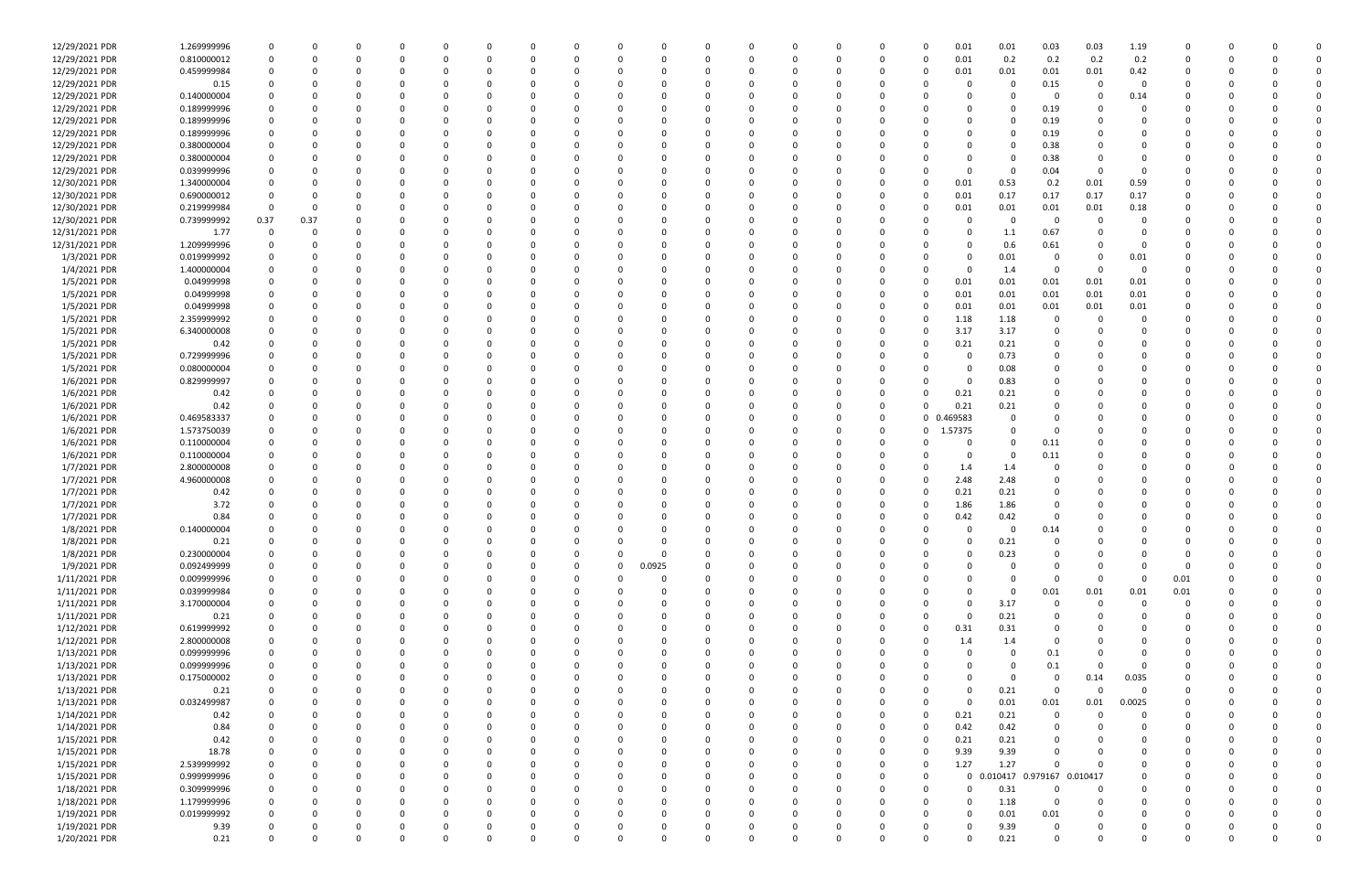| | | | | | | | | | | | | | | | | | | | | | | | | | | |
|---|---|---|---|---|---|---|---|---|---|---|---|---|---|---|---|---|---|---|---|---|---|---|---|---|---|---|
| 12/29/2021 PDR | 1.269999996 | 0 | 0 | 0 | 0 | 0 | 0 | 0 | 0 | 0 | 0 | 0 | 0 | 0 | 0 | 0 | 0 | 0.01 | 0.01 | 0.03 | 0.03 | 1.19 | 0 | 0 | 0 | 0 |
| 12/29/2021 PDR | 0.810000012 | 0 | 0 | 0 | 0 | 0 | 0 | 0 | 0 | 0 | 0 | 0 | 0 | 0 | 0 | 0 | 0 | 0.01 | 0.2 | 0.2 | 0.2 | 0.2 | 0 | 0 | 0 | 0 |
| 12/29/2021 PDR | 0.459999984 | 0 | 0 | 0 | 0 | 0 | 0 | 0 | 0 | 0 | 0 | 0 | 0 | 0 | 0 | 0 | 0 | 0.01 | 0.01 | 0.01 | 0.01 | 0.42 | 0 | 0 | 0 | 0 |
| 12/29/2021 PDR | 0.15 | 0 | 0 | 0 | 0 | 0 | 0 | 0 | 0 | 0 | 0 | 0 | 0 | 0 | 0 | 0 | 0 | 0 | 0 | 0.15 | 0 | 0 | 0 | 0 | 0 | 0 |
| 12/29/2021 PDR | 0.140000004 | 0 | 0 | 0 | 0 | 0 | 0 | 0 | 0 | 0 | 0 | 0 | 0 | 0 | 0 | 0 | 0 | 0 | 0 | 0 | 0 | 0.14 | 0 | 0 | 0 | 0 |
| 12/29/2021 PDR | 0.189999996 | 0 | 0 | 0 | 0 | 0 | 0 | 0 | 0 | 0 | 0 | 0 | 0 | 0 | 0 | 0 | 0 | 0 | 0 | 0.19 | 0 | 0 | 0 | 0 | 0 | 0 |
| 12/29/2021 PDR | 0.189999996 | 0 | 0 | 0 | 0 | 0 | 0 | 0 | 0 | 0 | 0 | 0 | 0 | 0 | 0 | 0 | 0 | 0 | 0 | 0.19 | 0 | 0 | 0 | 0 | 0 | 0 |
| 12/29/2021 PDR | 0.189999996 | 0 | 0 | 0 | 0 | 0 | 0 | 0 | 0 | 0 | 0 | 0 | 0 | 0 | 0 | 0 | 0 | 0 | 0 | 0.19 | 0 | 0 | 0 | 0 | 0 | 0 |
| 12/29/2021 PDR | 0.380000004 | 0 | 0 | 0 | 0 | 0 | 0 | 0 | 0 | 0 | 0 | 0 | 0 | 0 | 0 | 0 | 0 | 0 | 0 | 0.38 | 0 | 0 | 0 | 0 | 0 | 0 |
| 12/29/2021 PDR | 0.380000004 | 0 | 0 | 0 | 0 | 0 | 0 | 0 | 0 | 0 | 0 | 0 | 0 | 0 | 0 | 0 | 0 | 0 | 0 | 0.38 | 0 | 0 | 0 | 0 | 0 | 0 |
| 12/29/2021 PDR | 0.039999996 | 0 | 0 | 0 | 0 | 0 | 0 | 0 | 0 | 0 | 0 | 0 | 0 | 0 | 0 | 0 | 0 | 0 | 0 | 0.04 | 0 | 0 | 0 | 0 | 0 | 0 |
| 12/30/2021 PDR | 1.340000004 | 0 | 0 | 0 | 0 | 0 | 0 | 0 | 0 | 0 | 0 | 0 | 0 | 0 | 0 | 0 | 0 | 0.01 | 0.53 | 0.2 | 0.01 | 0.59 | 0 | 0 | 0 | 0 |
| 12/30/2021 PDR | 0.690000012 | 0 | 0 | 0 | 0 | 0 | 0 | 0 | 0 | 0 | 0 | 0 | 0 | 0 | 0 | 0 | 0 | 0.01 | 0.17 | 0.17 | 0.17 | 0.17 | 0 | 0 | 0 | 0 |
| 12/30/2021 PDR | 0.219999984 | 0 | 0 | 0 | 0 | 0 | 0 | 0 | 0 | 0 | 0 | 0 | 0 | 0 | 0 | 0 | 0 | 0.01 | 0.01 | 0.01 | 0.01 | 0.18 | 0 | 0 | 0 | 0 |
| 12/30/2021 PDR | 0.739999992 | 0.37 | 0.37 | 0 | 0 | 0 | 0 | 0 | 0 | 0 | 0 | 0 | 0 | 0 | 0 | 0 | 0 | 0 | 0 | 0 | 0 | 0 | 0 | 0 | 0 | 0 |
| 12/31/2021 PDR | 1.77 | 0 | 0 | 0 | 0 | 0 | 0 | 0 | 0 | 0 | 0 | 0 | 0 | 0 | 0 | 0 | 0 | 0 | 1.1 | 0.67 | 0 | 0 | 0 | 0 | 0 | 0 |
| 12/31/2021 PDR | 1.209999996 | 0 | 0 | 0 | 0 | 0 | 0 | 0 | 0 | 0 | 0 | 0 | 0 | 0 | 0 | 0 | 0 | 0 | 0.6 | 0.61 | 0 | 0 | 0 | 0 | 0 | 0 |
| 1/3/2021 PDR | 0.019999992 | 0 | 0 | 0 | 0 | 0 | 0 | 0 | 0 | 0 | 0 | 0 | 0 | 0 | 0 | 0 | 0 | 0 | 0.01 | 0 | 0 | 0.01 | 0 | 0 | 0 | 0 |
| 1/4/2021 PDR | 1.400000004 | 0 | 0 | 0 | 0 | 0 | 0 | 0 | 0 | 0 | 0 | 0 | 0 | 0 | 0 | 0 | 0 | 0 | 1.4 | 0 | 0 | 0 | 0 | 0 | 0 | 0 |
| 1/5/2021 PDR | 0.04999998 | 0 | 0 | 0 | 0 | 0 | 0 | 0 | 0 | 0 | 0 | 0 | 0 | 0 | 0 | 0 | 0 | 0.01 | 0.01 | 0.01 | 0.01 | 0.01 | 0 | 0 | 0 | 0 |
| 1/5/2021 PDR | 0.04999998 | 0 | 0 | 0 | 0 | 0 | 0 | 0 | 0 | 0 | 0 | 0 | 0 | 0 | 0 | 0 | 0 | 0.01 | 0.01 | 0.01 | 0.01 | 0.01 | 0 | 0 | 0 | 0 |
| 1/5/2021 PDR | 0.04999998 | 0 | 0 | 0 | 0 | 0 | 0 | 0 | 0 | 0 | 0 | 0 | 0 | 0 | 0 | 0 | 0 | 0.01 | 0.01 | 0.01 | 0.01 | 0.01 | 0 | 0 | 0 | 0 |
| 1/5/2021 PDR | 2.359999992 | 0 | 0 | 0 | 0 | 0 | 0 | 0 | 0 | 0 | 0 | 0 | 0 | 0 | 0 | 0 | 0 | 1.18 | 1.18 | 0 | 0 | 0 | 0 | 0 | 0 | 0 |
| 1/5/2021 PDR | 6.340000008 | 0 | 0 | 0 | 0 | 0 | 0 | 0 | 0 | 0 | 0 | 0 | 0 | 0 | 0 | 0 | 0 | 3.17 | 3.17 | 0 | 0 | 0 | 0 | 0 | 0 | 0 |
| 1/5/2021 PDR | 0.42 | 0 | 0 | 0 | 0 | 0 | 0 | 0 | 0 | 0 | 0 | 0 | 0 | 0 | 0 | 0 | 0 | 0.21 | 0.21 | 0 | 0 | 0 | 0 | 0 | 0 | 0 |
| 1/5/2021 PDR | 0.729999996 | 0 | 0 | 0 | 0 | 0 | 0 | 0 | 0 | 0 | 0 | 0 | 0 | 0 | 0 | 0 | 0 | 0 | 0.73 | 0 | 0 | 0 | 0 | 0 | 0 | 0 |
| 1/5/2021 PDR | 0.080000004 | 0 | 0 | 0 | 0 | 0 | 0 | 0 | 0 | 0 | 0 | 0 | 0 | 0 | 0 | 0 | 0 | 0 | 0.08 | 0 | 0 | 0 | 0 | 0 | 0 | 0 |
| 1/6/2021 PDR | 0.829999997 | 0 | 0 | 0 | 0 | 0 | 0 | 0 | 0 | 0 | 0 | 0 | 0 | 0 | 0 | 0 | 0 | 0 | 0.83 | 0 | 0 | 0 | 0 | 0 | 0 | 0 |
| 1/6/2021 PDR | 0.42 | 0 | 0 | 0 | 0 | 0 | 0 | 0 | 0 | 0 | 0 | 0 | 0 | 0 | 0 | 0 | 0 | 0.21 | 0.21 | 0 | 0 | 0 | 0 | 0 | 0 | 0 |
| 1/6/2021 PDR | 0.42 | 0 | 0 | 0 | 0 | 0 | 0 | 0 | 0 | 0 | 0 | 0 | 0 | 0 | 0 | 0 | 0 | 0.21 | 0.21 | 0 | 0 | 0 | 0 | 0 | 0 | 0 |
| 1/6/2021 PDR | 0.469583337 | 0 | 0 | 0 | 0 | 0 | 0 | 0 | 0 | 0 | 0 | 0 | 0 | 0 | 0 | 0 | 0 | 0.469583 | 0 | 0 | 0 | 0 | 0 | 0 | 0 | 0 |
| 1/6/2021 PDR | 1.573750039 | 0 | 0 | 0 | 0 | 0 | 0 | 0 | 0 | 0 | 0 | 0 | 0 | 0 | 0 | 0 | 0 | 1.57375 | 0 | 0 | 0 | 0 | 0 | 0 | 0 | 0 |
| 1/6/2021 PDR | 0.110000004 | 0 | 0 | 0 | 0 | 0 | 0 | 0 | 0 | 0 | 0 | 0 | 0 | 0 | 0 | 0 | 0 | 0 | 0 | 0.11 | 0 | 0 | 0 | 0 | 0 | 0 |
| 1/6/2021 PDR | 0.110000004 | 0 | 0 | 0 | 0 | 0 | 0 | 0 | 0 | 0 | 0 | 0 | 0 | 0 | 0 | 0 | 0 | 0 | 0 | 0.11 | 0 | 0 | 0 | 0 | 0 | 0 |
| 1/7/2021 PDR | 2.800000008 | 0 | 0 | 0 | 0 | 0 | 0 | 0 | 0 | 0 | 0 | 0 | 0 | 0 | 0 | 0 | 0 | 1.4 | 1.4 | 0 | 0 | 0 | 0 | 0 | 0 | 0 |
| 1/7/2021 PDR | 4.960000008 | 0 | 0 | 0 | 0 | 0 | 0 | 0 | 0 | 0 | 0 | 0 | 0 | 0 | 0 | 0 | 0 | 2.48 | 2.48 | 0 | 0 | 0 | 0 | 0 | 0 | 0 |
| 1/7/2021 PDR | 0.42 | 0 | 0 | 0 | 0 | 0 | 0 | 0 | 0 | 0 | 0 | 0 | 0 | 0 | 0 | 0 | 0 | 0.21 | 0.21 | 0 | 0 | 0 | 0 | 0 | 0 | 0 |
| 1/7/2021 PDR | 3.72 | 0 | 0 | 0 | 0 | 0 | 0 | 0 | 0 | 0 | 0 | 0 | 0 | 0 | 0 | 0 | 0 | 1.86 | 1.86 | 0 | 0 | 0 | 0 | 0 | 0 | 0 |
| 1/7/2021 PDR | 0.84 | 0 | 0 | 0 | 0 | 0 | 0 | 0 | 0 | 0 | 0 | 0 | 0 | 0 | 0 | 0 | 0 | 0.42 | 0.42 | 0 | 0 | 0 | 0 | 0 | 0 | 0 |
| 1/8/2021 PDR | 0.140000004 | 0 | 0 | 0 | 0 | 0 | 0 | 0 | 0 | 0 | 0 | 0 | 0 | 0 | 0 | 0 | 0 | 0 | 0 | 0.14 | 0 | 0 | 0 | 0 | 0 | 0 |
| 1/8/2021 PDR | 0.21 | 0 | 0 | 0 | 0 | 0 | 0 | 0 | 0 | 0 | 0 | 0 | 0 | 0 | 0 | 0 | 0 | 0 | 0.21 | 0 | 0 | 0 | 0 | 0 | 0 | 0 |
| 1/8/2021 PDR | 0.230000004 | 0 | 0 | 0 | 0 | 0 | 0 | 0 | 0 | 0 | 0 | 0 | 0 | 0 | 0 | 0 | 0 | 0 | 0.23 | 0 | 0 | 0 | 0 | 0 | 0 | 0 |
| 1/9/2021 PDR | 0.092499999 | 0 | 0 | 0 | 0 | 0 | 0 | 0 | 0 | 0.0925 | 0 | 0 | 0 | 0 | 0 | 0 | 0 | 0 | 0 | 0 | 0 | 0 | 0 | 0 | 0 | 0 |
| 1/11/2021 PDR | 0.009999996 | 0 | 0 | 0 | 0 | 0 | 0 | 0 | 0 | 0 | 0 | 0 | 0 | 0 | 0 | 0 | 0 | 0 | 0 | 0 | 0 | 0 | 0.01 | 0 | 0 | 0 |
| 1/11/2021 PDR | 0.039999984 | 0 | 0 | 0 | 0 | 0 | 0 | 0 | 0 | 0 | 0 | 0 | 0 | 0 | 0 | 0 | 0 | 0 | 0 | 0.01 | 0.01 | 0.01 | 0.01 | 0 | 0 | 0 |
| 1/11/2021 PDR | 3.170000004 | 0 | 0 | 0 | 0 | 0 | 0 | 0 | 0 | 0 | 0 | 0 | 0 | 0 | 0 | 0 | 0 | 0 | 3.17 | 0 | 0 | 0 | 0 | 0 | 0 | 0 |
| 1/11/2021 PDR | 0.21 | 0 | 0 | 0 | 0 | 0 | 0 | 0 | 0 | 0 | 0 | 0 | 0 | 0 | 0 | 0 | 0 | 0 | 0.21 | 0 | 0 | 0 | 0 | 0 | 0 | 0 |
| 1/12/2021 PDR | 0.619999992 | 0 | 0 | 0 | 0 | 0 | 0 | 0 | 0 | 0 | 0 | 0 | 0 | 0 | 0 | 0 | 0 | 0.31 | 0.31 | 0 | 0 | 0 | 0 | 0 | 0 | 0 |
| 1/12/2021 PDR | 2.800000008 | 0 | 0 | 0 | 0 | 0 | 0 | 0 | 0 | 0 | 0 | 0 | 0 | 0 | 0 | 0 | 0 | 1.4 | 1.4 | 0 | 0 | 0 | 0 | 0 | 0 | 0 |
| 1/13/2021 PDR | 0.099999996 | 0 | 0 | 0 | 0 | 0 | 0 | 0 | 0 | 0 | 0 | 0 | 0 | 0 | 0 | 0 | 0 | 0 | 0 | 0.1 | 0 | 0 | 0 | 0 | 0 | 0 |
| 1/13/2021 PDR | 0.099999996 | 0 | 0 | 0 | 0 | 0 | 0 | 0 | 0 | 0 | 0 | 0 | 0 | 0 | 0 | 0 | 0 | 0 | 0 | 0.1 | 0 | 0 | 0 | 0 | 0 | 0 |
| 1/13/2021 PDR | 0.175000002 | 0 | 0 | 0 | 0 | 0 | 0 | 0 | 0 | 0 | 0 | 0 | 0 | 0 | 0 | 0 | 0 | 0 | 0 | 0 | 0.14 | 0.035 | 0 | 0 | 0 | 0 |
| 1/13/2021 PDR | 0.21 | 0 | 0 | 0 | 0 | 0 | 0 | 0 | 0 | 0 | 0 | 0 | 0 | 0 | 0 | 0 | 0 | 0 | 0.21 | 0 | 0 | 0 | 0 | 0 | 0 | 0 |
| 1/13/2021 PDR | 0.032499987 | 0 | 0 | 0 | 0 | 0 | 0 | 0 | 0 | 0 | 0 | 0 | 0 | 0 | 0 | 0 | 0 | 0 | 0.01 | 0.01 | 0.01 | 0.0025 | 0 | 0 | 0 | 0 |
| 1/14/2021 PDR | 0.42 | 0 | 0 | 0 | 0 | 0 | 0 | 0 | 0 | 0 | 0 | 0 | 0 | 0 | 0 | 0 | 0 | 0.21 | 0.21 | 0 | 0 | 0 | 0 | 0 | 0 | 0 |
| 1/14/2021 PDR | 0.84 | 0 | 0 | 0 | 0 | 0 | 0 | 0 | 0 | 0 | 0 | 0 | 0 | 0 | 0 | 0 | 0 | 0.42 | 0.42 | 0 | 0 | 0 | 0 | 0 | 0 | 0 |
| 1/15/2021 PDR | 0.42 | 0 | 0 | 0 | 0 | 0 | 0 | 0 | 0 | 0 | 0 | 0 | 0 | 0 | 0 | 0 | 0 | 0.21 | 0.21 | 0 | 0 | 0 | 0 | 0 | 0 | 0 |
| 1/15/2021 PDR | 18.78 | 0 | 0 | 0 | 0 | 0 | 0 | 0 | 0 | 0 | 0 | 0 | 0 | 0 | 0 | 0 | 0 | 9.39 | 9.39 | 0 | 0 | 0 | 0 | 0 | 0 | 0 |
| 1/15/2021 PDR | 2.539999992 | 0 | 0 | 0 | 0 | 0 | 0 | 0 | 0 | 0 | 0 | 0 | 0 | 0 | 0 | 0 | 0 | 1.27 | 1.27 | 0 | 0 | 0 | 0 | 0 | 0 | 0 |
| 1/15/2021 PDR | 0.999999996 | 0 | 0 | 0 | 0 | 0 | 0 | 0 | 0 | 0 | 0 | 0 | 0 | 0 | 0 | 0 | 0 | 0 | 0.010417 | 0.979167 | 0.010417 | 0 | 0 | 0 | 0 | 0 |
| 1/18/2021 PDR | 0.309999996 | 0 | 0 | 0 | 0 | 0 | 0 | 0 | 0 | 0 | 0 | 0 | 0 | 0 | 0 | 0 | 0 | 0 | 0.31 | 0 | 0 | 0 | 0 | 0 | 0 | 0 |
| 1/18/2021 PDR | 1.179999996 | 0 | 0 | 0 | 0 | 0 | 0 | 0 | 0 | 0 | 0 | 0 | 0 | 0 | 0 | 0 | 0 | 0 | 1.18 | 0 | 0 | 0 | 0 | 0 | 0 | 0 |
| 1/19/2021 PDR | 0.019999992 | 0 | 0 | 0 | 0 | 0 | 0 | 0 | 0 | 0 | 0 | 0 | 0 | 0 | 0 | 0 | 0 | 0 | 0.01 | 0.01 | 0 | 0 | 0 | 0 | 0 | 0 |
| 1/19/2021 PDR | 9.39 | 0 | 0 | 0 | 0 | 0 | 0 | 0 | 0 | 0 | 0 | 0 | 0 | 0 | 0 | 0 | 0 | 0 | 9.39 | 0 | 0 | 0 | 0 | 0 | 0 | 0 |
| 1/20/2021 PDR | 0.21 | 0 | 0 | 0 | 0 | 0 | 0 | 0 | 0 | 0 | 0 | 0 | 0 | 0 | 0 | 0 | 0 | 0 | 0.21 | 0 | 0 | 0 | 0 | 0 | 0 | 0 |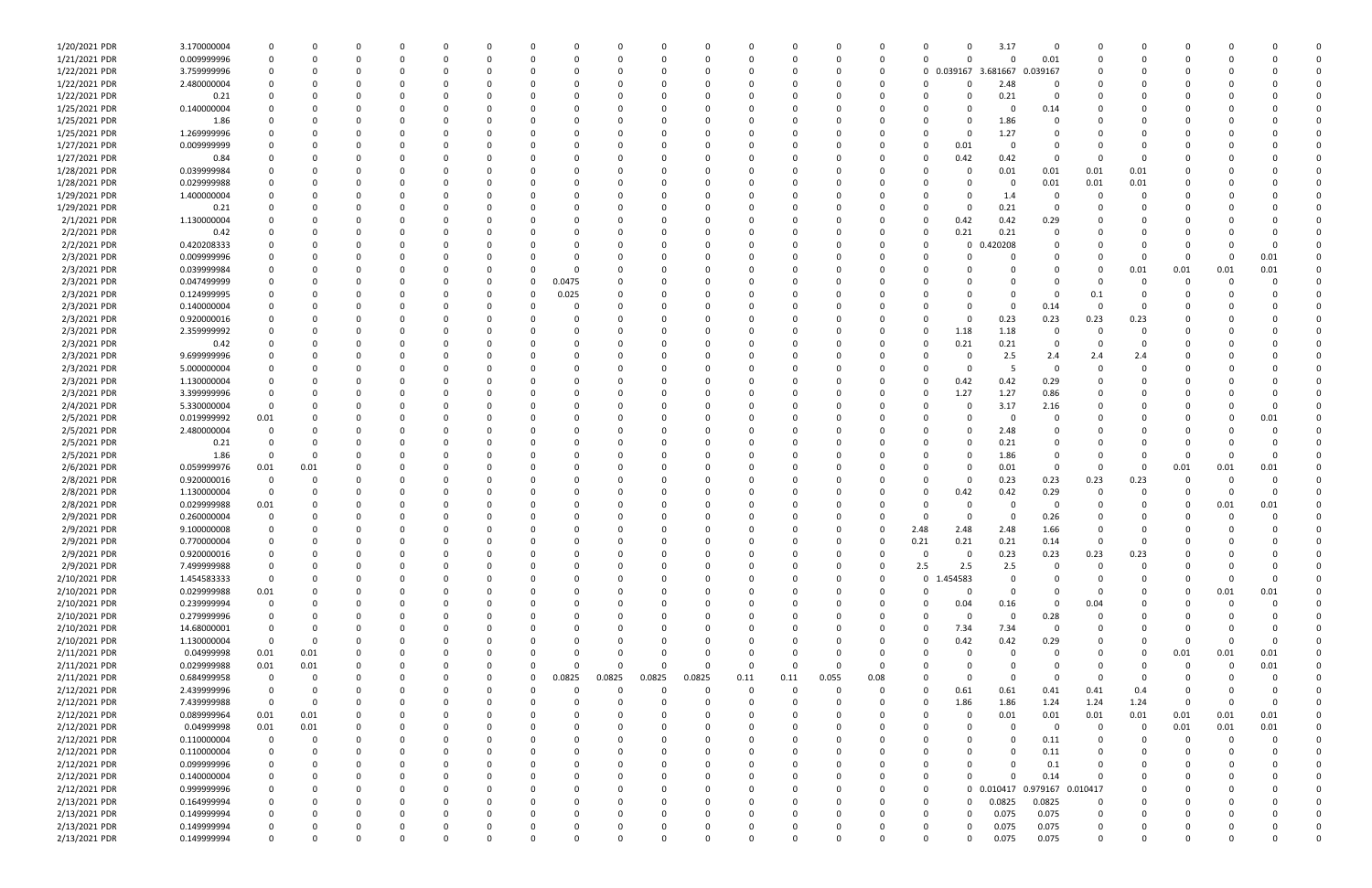| | | | | | | | | | | | | | | | | | | | | | | | | | | |
|---|---|---|---|---|---|---|---|---|---|---|---|---|---|---|---|---|---|---|---|---|---|---|---|---|---|---|
| 1/20/2021 PDR | 3.170000004 | 0 | 0 | 0 | 0 | 0 | 0 | 0 | 0 | 0 | 0 | 0 | 0 | 0 | 0 | 0 | 0 | 0 | 3.17 | 0 | 0 | 0 | 0 | 0 | 0 | 0 |
| 1/21/2021 PDR | 0.009999999 | 0 | 0 | 0 | 0 | 0 | 0 | 0 | 0 | 0 | 0 | 0 | 0 | 0 | 0 | 0 | 0 | 0 | 0 | 0.01 | 0 | 0 | 0 | 0 | 0 | 0 |
| 1/22/2021 PDR | 3.759999996 | 0 | 0 | 0 | 0 | 0 | 0 | 0 | 0 | 0 | 0 | 0 | 0 | 0 | 0 | 0 | 0 | 0.039167 | 3.681667 | 0.039167 | 0 | 0 | 0 | 0 | 0 | 0 |
| 1/22/2021 PDR | 2.480000004 | 0 | 0 | 0 | 0 | 0 | 0 | 0 | 0 | 0 | 0 | 0 | 0 | 0 | 0 | 0 | 0 | 0 | 2.48 | 0 | 0 | 0 | 0 | 0 | 0 | 0 |
| 1/22/2021 PDR | 0.21 | 0 | 0 | 0 | 0 | 0 | 0 | 0 | 0 | 0 | 0 | 0 | 0 | 0 | 0 | 0 | 0 | 0 | 0.21 | 0 | 0 | 0 | 0 | 0 | 0 | 0 |
| 1/25/2021 PDR | 0.140000004 | 0 | 0 | 0 | 0 | 0 | 0 | 0 | 0 | 0 | 0 | 0 | 0 | 0 | 0 | 0 | 0 | 0 | 0 | 0.14 | 0 | 0 | 0 | 0 | 0 | 0 |
| 1/25/2021 PDR | 1.86 | 0 | 0 | 0 | 0 | 0 | 0 | 0 | 0 | 0 | 0 | 0 | 0 | 0 | 0 | 0 | 0 | 0 | 1.86 | 0 | 0 | 0 | 0 | 0 | 0 | 0 |
| 1/25/2021 PDR | 1.269999996 | 0 | 0 | 0 | 0 | 0 | 0 | 0 | 0 | 0 | 0 | 0 | 0 | 0 | 0 | 0 | 0 | 0 | 1.27 | 0 | 0 | 0 | 0 | 0 | 0 | 0 |
| 1/27/2021 PDR | 0.009999999 | 0 | 0 | 0 | 0 | 0 | 0 | 0 | 0 | 0 | 0 | 0 | 0 | 0 | 0 | 0 | 0 | 0.01 | 0 | 0 | 0 | 0 | 0 | 0 | 0 | 0 |
| 1/27/2021 PDR | 0.84 | 0 | 0 | 0 | 0 | 0 | 0 | 0 | 0 | 0 | 0 | 0 | 0 | 0 | 0 | 0 | 0 | 0.42 | 0.42 | 0 | 0 | 0 | 0 | 0 | 0 | 0 |
| 1/28/2021 PDR | 0.039999984 | 0 | 0 | 0 | 0 | 0 | 0 | 0 | 0 | 0 | 0 | 0 | 0 | 0 | 0 | 0 | 0 | 0 | 0.01 | 0.01 | 0.01 | 0.01 | 0 | 0 | 0 | 0 |
| 1/28/2021 PDR | 0.029999988 | 0 | 0 | 0 | 0 | 0 | 0 | 0 | 0 | 0 | 0 | 0 | 0 | 0 | 0 | 0 | 0 | 0 | 0 | 0.01 | 0.01 | 0.01 | 0 | 0 | 0 | 0 |
| 1/29/2021 PDR | 1.400000004 | 0 | 0 | 0 | 0 | 0 | 0 | 0 | 0 | 0 | 0 | 0 | 0 | 0 | 0 | 0 | 0 | 0 | 1.4 | 0 | 0 | 0 | 0 | 0 | 0 | 0 |
| 1/29/2021 PDR | 0.21 | 0 | 0 | 0 | 0 | 0 | 0 | 0 | 0 | 0 | 0 | 0 | 0 | 0 | 0 | 0 | 0 | 0 | 0.21 | 0 | 0 | 0 | 0 | 0 | 0 | 0 |
| 2/1/2021 PDR | 1.130000004 | 0 | 0 | 0 | 0 | 0 | 0 | 0 | 0 | 0 | 0 | 0 | 0 | 0 | 0 | 0 | 0 | 0.42 | 0.42 | 0.29 | 0 | 0 | 0 | 0 | 0 | 0 |
| 2/2/2021 PDR | 0.42 | 0 | 0 | 0 | 0 | 0 | 0 | 0 | 0 | 0 | 0 | 0 | 0 | 0 | 0 | 0 | 0 | 0.21 | 0.21 | 0 | 0 | 0 | 0 | 0 | 0 | 0 |
| 2/2/2021 PDR | 0.420208333 | 0 | 0 | 0 | 0 | 0 | 0 | 0 | 0 | 0 | 0 | 0 | 0 | 0 | 0 | 0 | 0 | 0 | 0.420208 | 0 | 0 | 0 | 0 | 0 | 0 | 0 |
| 2/3/2021 PDR | 0.009999996 | 0 | 0 | 0 | 0 | 0 | 0 | 0 | 0 | 0 | 0 | 0 | 0 | 0 | 0 | 0 | 0 | 0 | 0 | 0 | 0 | 0 | 0 | 0 | 0.01 | 0 |
| 2/3/2021 PDR | 0.039999984 | 0 | 0 | 0 | 0 | 0 | 0 | 0 | 0 | 0 | 0 | 0 | 0 | 0 | 0 | 0 | 0 | 0 | 0 | 0 | 0 | 0.01 | 0.01 | 0.01 | 0.01 | 0 |
| 2/3/2021 PDR | 0.047499999 | 0 | 0 | 0 | 0 | 0 | 0 | 0 | 0.0475 | 0 | 0 | 0 | 0 | 0 | 0 | 0 | 0 | 0 | 0 | 0 | 0 | 0 | 0 | 0 | 0 | 0 |
| 2/3/2021 PDR | 0.124999995 | 0 | 0 | 0 | 0 | 0 | 0 | 0 | 0.025 | 0 | 0 | 0 | 0 | 0 | 0 | 0 | 0 | 0 | 0 | 0 | 0.1 | 0 | 0 | 0 | 0 | 0 |
| 2/3/2021 PDR | 0.140000004 | 0 | 0 | 0 | 0 | 0 | 0 | 0 | 0 | 0 | 0 | 0 | 0 | 0 | 0 | 0 | 0 | 0 | 0 | 0.14 | 0 | 0 | 0 | 0 | 0 | 0 |
| 2/3/2021 PDR | 0.920000016 | 0 | 0 | 0 | 0 | 0 | 0 | 0 | 0 | 0 | 0 | 0 | 0 | 0 | 0 | 0 | 0 | 0 | 0.23 | 0.23 | 0.23 | 0.23 | 0 | 0 | 0 | 0 |
| 2/3/2021 PDR | 2.359999992 | 0 | 0 | 0 | 0 | 0 | 0 | 0 | 0 | 0 | 0 | 0 | 0 | 0 | 0 | 0 | 0 | 1.18 | 1.18 | 0 | 0 | 0 | 0 | 0 | 0 | 0 |
| 2/3/2021 PDR | 0.42 | 0 | 0 | 0 | 0 | 0 | 0 | 0 | 0 | 0 | 0 | 0 | 0 | 0 | 0 | 0 | 0 | 0.21 | 0.21 | 0 | 0 | 0 | 0 | 0 | 0 | 0 |
| 2/3/2021 PDR | 9.699999996 | 0 | 0 | 0 | 0 | 0 | 0 | 0 | 0 | 0 | 0 | 0 | 0 | 0 | 0 | 0 | 0 | 0 | 2.5 | 2.4 | 2.4 | 2.4 | 0 | 0 | 0 | 0 |
| 2/3/2021 PDR | 5.000000004 | 0 | 0 | 0 | 0 | 0 | 0 | 0 | 0 | 0 | 0 | 0 | 0 | 0 | 0 | 0 | 0 | 0 | 5 | 0 | 0 | 0 | 0 | 0 | 0 | 0 |
| 2/3/2021 PDR | 1.130000004 | 0 | 0 | 0 | 0 | 0 | 0 | 0 | 0 | 0 | 0 | 0 | 0 | 0 | 0 | 0 | 0 | 0.42 | 0.42 | 0.29 | 0 | 0 | 0 | 0 | 0 | 0 |
| 2/3/2021 PDR | 3.399999996 | 0 | 0 | 0 | 0 | 0 | 0 | 0 | 0 | 0 | 0 | 0 | 0 | 0 | 0 | 0 | 0 | 1.27 | 1.27 | 0.86 | 0 | 0 | 0 | 0 | 0 | 0 |
| 2/4/2021 PDR | 5.330000004 | 0 | 0 | 0 | 0 | 0 | 0 | 0 | 0 | 0 | 0 | 0 | 0 | 0 | 0 | 0 | 0 | 0 | 3.17 | 2.16 | 0 | 0 | 0 | 0 | 0 | 0 |
| 2/5/2021 PDR | 0.019999992 | 0.01 | 0 | 0 | 0 | 0 | 0 | 0 | 0 | 0 | 0 | 0 | 0 | 0 | 0 | 0 | 0 | 0 | 0 | 0 | 0 | 0 | 0 | 0 | 0.01 | 0 |
| 2/5/2021 PDR | 2.480000004 | 0 | 0 | 0 | 0 | 0 | 0 | 0 | 0 | 0 | 0 | 0 | 0 | 0 | 0 | 0 | 0 | 0 | 2.48 | 0 | 0 | 0 | 0 | 0 | 0 | 0 |
| 2/5/2021 PDR | 0.21 | 0 | 0 | 0 | 0 | 0 | 0 | 0 | 0 | 0 | 0 | 0 | 0 | 0 | 0 | 0 | 0 | 0 | 0.21 | 0 | 0 | 0 | 0 | 0 | 0 | 0 |
| 2/5/2021 PDR | 1.86 | 0 | 0 | 0 | 0 | 0 | 0 | 0 | 0 | 0 | 0 | 0 | 0 | 0 | 0 | 0 | 0 | 0 | 1.86 | 0 | 0 | 0 | 0 | 0 | 0 | 0 |
| 2/6/2021 PDR | 0.059999976 | 0.01 | 0.01 | 0 | 0 | 0 | 0 | 0 | 0 | 0 | 0 | 0 | 0 | 0 | 0 | 0 | 0 | 0 | 0.01 | 0 | 0 | 0 | 0.01 | 0.01 | 0.01 | 0 |
| 2/8/2021 PDR | 0.920000016 | 0 | 0 | 0 | 0 | 0 | 0 | 0 | 0 | 0 | 0 | 0 | 0 | 0 | 0 | 0 | 0 | 0 | 0.23 | 0.23 | 0.23 | 0.23 | 0 | 0 | 0 | 0 |
| 2/8/2021 PDR | 1.130000004 | 0 | 0 | 0 | 0 | 0 | 0 | 0 | 0 | 0 | 0 | 0 | 0 | 0 | 0 | 0 | 0 | 0.42 | 0.42 | 0.29 | 0 | 0 | 0 | 0 | 0 | 0 |
| 2/8/2021 PDR | 0.029999988 | 0.01 | 0 | 0 | 0 | 0 | 0 | 0 | 0 | 0 | 0 | 0 | 0 | 0 | 0 | 0 | 0 | 0 | 0 | 0 | 0 | 0 | 0 | 0.01 | 0.01 | 0 |
| 2/9/2021 PDR | 0.260000004 | 0 | 0 | 0 | 0 | 0 | 0 | 0 | 0 | 0 | 0 | 0 | 0 | 0 | 0 | 0 | 0 | 0 | 0 | 0.26 | 0 | 0 | 0 | 0 | 0 | 0 |
| 2/9/2021 PDR | 9.100000008 | 0 | 0 | 0 | 0 | 0 | 0 | 0 | 0 | 0 | 0 | 0 | 0 | 0 | 0 | 0 | 2.48 | 2.48 | 2.48 | 1.66 | 0 | 0 | 0 | 0 | 0 | 0 |
| 2/9/2021 PDR | 0.770000004 | 0 | 0 | 0 | 0 | 0 | 0 | 0 | 0 | 0 | 0 | 0 | 0 | 0 | 0 | 0 | 0.21 | 0.21 | 0.21 | 0.14 | 0 | 0 | 0 | 0 | 0 | 0 |
| 2/9/2021 PDR | 0.920000016 | 0 | 0 | 0 | 0 | 0 | 0 | 0 | 0 | 0 | 0 | 0 | 0 | 0 | 0 | 0 | 0 | 0 | 0.23 | 0.23 | 0.23 | 0.23 | 0 | 0 | 0 | 0 |
| 2/9/2021 PDR | 7.499999988 | 0 | 0 | 0 | 0 | 0 | 0 | 0 | 0 | 0 | 0 | 0 | 0 | 0 | 0 | 0 | 2.5 | 2.5 | 2.5 | 0 | 0 | 0 | 0 | 0 | 0 | 0 |
| 2/10/2021 PDR | 1.454583333 | 0 | 0 | 0 | 0 | 0 | 0 | 0 | 0 | 0 | 0 | 0 | 0 | 0 | 0 | 0 | 0 | 1.454583 | 0 | 0 | 0 | 0 | 0 | 0 | 0 | 0 |
| 2/10/2021 PDR | 0.029999988 | 0.01 | 0 | 0 | 0 | 0 | 0 | 0 | 0 | 0 | 0 | 0 | 0 | 0 | 0 | 0 | 0 | 0 | 0 | 0 | 0 | 0 | 0 | 0.01 | 0.01 | 0 |
| 2/10/2021 PDR | 0.239999994 | 0 | 0 | 0 | 0 | 0 | 0 | 0 | 0 | 0 | 0 | 0 | 0 | 0 | 0 | 0 | 0 | 0.04 | 0.16 | 0 | 0.04 | 0 | 0 | 0 | 0 | 0 |
| 2/10/2021 PDR | 0.279999996 | 0 | 0 | 0 | 0 | 0 | 0 | 0 | 0 | 0 | 0 | 0 | 0 | 0 | 0 | 0 | 0 | 0 | 0 | 0.28 | 0 | 0 | 0 | 0 | 0 | 0 |
| 2/10/2021 PDR | 14.68000001 | 0 | 0 | 0 | 0 | 0 | 0 | 0 | 0 | 0 | 0 | 0 | 0 | 0 | 0 | 0 | 0 | 7.34 | 7.34 | 0 | 0 | 0 | 0 | 0 | 0 | 0 |
| 2/10/2021 PDR | 1.130000004 | 0 | 0 | 0 | 0 | 0 | 0 | 0 | 0 | 0 | 0 | 0 | 0 | 0 | 0 | 0 | 0 | 0.42 | 0.42 | 0.29 | 0 | 0 | 0 | 0 | 0 | 0 |
| 2/11/2021 PDR | 0.04999998 | 0.01 | 0.01 | 0 | 0 | 0 | 0 | 0 | 0 | 0 | 0 | 0 | 0 | 0 | 0 | 0 | 0 | 0 | 0 | 0 | 0 | 0 | 0.01 | 0.01 | 0.01 | 0 |
| 2/11/2021 PDR | 0.029999988 | 0.01 | 0.01 | 0 | 0 | 0 | 0 | 0 | 0 | 0 | 0 | 0 | 0 | 0 | 0 | 0 | 0 | 0 | 0 | 0 | 0 | 0 | 0 | 0 | 0.01 | 0 |
| 2/11/2021 PDR | 0.684999958 | 0 | 0 | 0 | 0 | 0 | 0 | 0 | 0.0825 | 0.0825 | 0.0825 | 0.0825 | 0.11 | 0.11 | 0.055 | 0.08 | 0 | 0 | 0 | 0 | 0 | 0 | 0 | 0 | 0 | 0 |
| 2/12/2021 PDR | 2.439999996 | 0 | 0 | 0 | 0 | 0 | 0 | 0 | 0 | 0 | 0 | 0 | 0 | 0 | 0 | 0 | 0 | 0.61 | 0.61 | 0.41 | 0.41 | 0.4 | 0 | 0 | 0 | 0 |
| 2/12/2021 PDR | 7.439999988 | 0 | 0 | 0 | 0 | 0 | 0 | 0 | 0 | 0 | 0 | 0 | 0 | 0 | 0 | 0 | 0 | 1.86 | 1.86 | 1.24 | 1.24 | 1.24 | 0 | 0 | 0 | 0 |
| 2/12/2021 PDR | 0.089999964 | 0.01 | 0.01 | 0 | 0 | 0 | 0 | 0 | 0 | 0 | 0 | 0 | 0 | 0 | 0 | 0 | 0 | 0 | 0.01 | 0.01 | 0.01 | 0.01 | 0.01 | 0.01 | 0.01 | 0 |
| 2/12/2021 PDR | 0.04999998 | 0.01 | 0.01 | 0 | 0 | 0 | 0 | 0 | 0 | 0 | 0 | 0 | 0 | 0 | 0 | 0 | 0 | 0 | 0 | 0 | 0 | 0 | 0.01 | 0.01 | 0.01 | 0 |
| 2/12/2021 PDR | 0.110000004 | 0 | 0 | 0 | 0 | 0 | 0 | 0 | 0 | 0 | 0 | 0 | 0 | 0 | 0 | 0 | 0 | 0 | 0 | 0.11 | 0 | 0 | 0 | 0 | 0 | 0 |
| 2/12/2021 PDR | 0.110000004 | 0 | 0 | 0 | 0 | 0 | 0 | 0 | 0 | 0 | 0 | 0 | 0 | 0 | 0 | 0 | 0 | 0 | 0 | 0.11 | 0 | 0 | 0 | 0 | 0 | 0 |
| 2/12/2021 PDR | 0.099999996 | 0 | 0 | 0 | 0 | 0 | 0 | 0 | 0 | 0 | 0 | 0 | 0 | 0 | 0 | 0 | 0 | 0 | 0 | 0.1 | 0 | 0 | 0 | 0 | 0 | 0 |
| 2/12/2021 PDR | 0.140000004 | 0 | 0 | 0 | 0 | 0 | 0 | 0 | 0 | 0 | 0 | 0 | 0 | 0 | 0 | 0 | 0 | 0 | 0 | 0.14 | 0 | 0 | 0 | 0 | 0 | 0 |
| 2/12/2021 PDR | 0.999999996 | 0 | 0 | 0 | 0 | 0 | 0 | 0 | 0 | 0 | 0 | 0 | 0 | 0 | 0 | 0 | 0 | 0 | 0.010417 | 0.979167 | 0.010417 | 0 | 0 | 0 | 0 | 0 |
| 2/13/2021 PDR | 0.164999994 | 0 | 0 | 0 | 0 | 0 | 0 | 0 | 0 | 0 | 0 | 0 | 0 | 0 | 0 | 0 | 0 | 0 | 0.0825 | 0.0825 | 0 | 0 | 0 | 0 | 0 | 0 |
| 2/13/2021 PDR | 0.149999994 | 0 | 0 | 0 | 0 | 0 | 0 | 0 | 0 | 0 | 0 | 0 | 0 | 0 | 0 | 0 | 0 | 0 | 0.075 | 0.075 | 0 | 0 | 0 | 0 | 0 | 0 |
| 2/13/2021 PDR | 0.149999994 | 0 | 0 | 0 | 0 | 0 | 0 | 0 | 0 | 0 | 0 | 0 | 0 | 0 | 0 | 0 | 0 | 0 | 0.075 | 0.075 | 0 | 0 | 0 | 0 | 0 | 0 |
| 2/13/2021 PDR | 0.149999994 | 0 | 0 | 0 | 0 | 0 | 0 | 0 | 0 | 0 | 0 | 0 | 0 | 0 | 0 | 0 | 0 | 0 | 0.075 | 0.075 | 0 | 0 | 0 | 0 | 0 | 0 |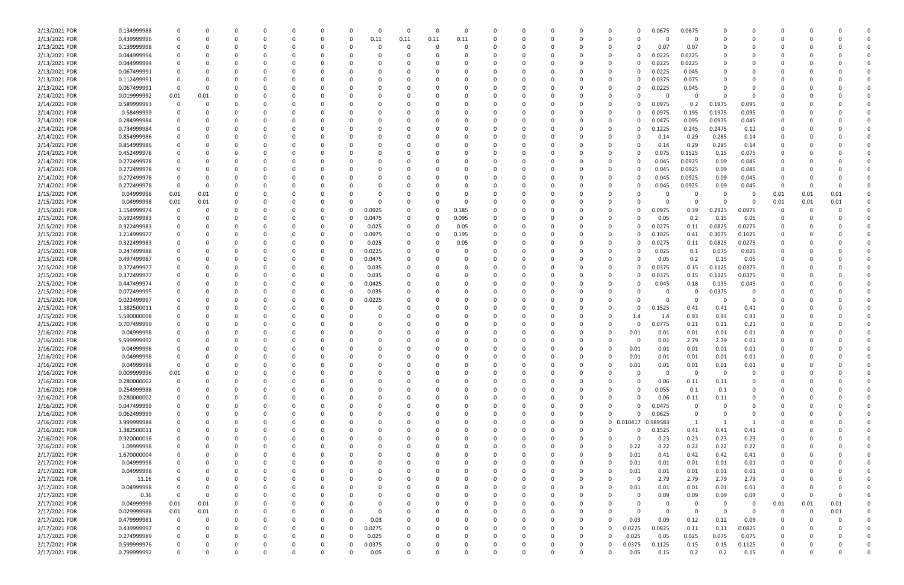| | | | | | | | | | | | | | | | | | | | | | | | | | | |
|---|---|---|---|---|---|---|---|---|---|---|---|---|---|---|---|---|---|---|---|---|---|---|---|---|---|---|
| 2/13/2021 PDR | 0.134999988 | 0 | 0 | 0 | 0 | 0 | 0 | 0 | 0 | 0 | 0 | 0 | 0 | 0 | 0 | 0 | 0 | 0 | 0.0675 | 0.0675 | 0 | 0 | 0 | 0 | 0 | 0 |
| 2/13/2021 PDR | 0.439999996 | 0 | 0 | 0 | 0 | 0 | 0 | 0 | 0.11 | 0.11 | 0.11 | 0.11 | 0 | 0 | 0 | 0 | 0 | 0 | 0 | 0 | 0 | 0 | 0 | 0 | 0 | 0 |
| 2/13/2021 PDR | 0.139999998 | 0 | 0 | 0 | 0 | 0 | 0 | 0 | 0 | 0 | 0 | 0 | 0 | 0 | 0 | 0 | 0 | 0 | 0.07 | 0.07 | 0 | 0 | 0 | 0 | 0 | 0 |
| 2/13/2021 PDR | 0.044999994 | 0 | 0 | 0 | 0 | 0 | 0 | 0 | 0 | 0 | 0 | 0 | 0 | 0 | 0 | 0 | 0 | 0 | 0.0225 | 0.0225 | 0 | 0 | 0 | 0 | 0 | 0 |
| 2/13/2021 PDR | 0.044999994 | 0 | 0 | 0 | 0 | 0 | 0 | 0 | 0 | 0 | 0 | 0 | 0 | 0 | 0 | 0 | 0 | 0 | 0.0225 | 0.0225 | 0 | 0 | 0 | 0 | 0 | 0 |
| 2/13/2021 PDR | 0.067499991 | 0 | 0 | 0 | 0 | 0 | 0 | 0 | 0 | 0 | 0 | 0 | 0 | 0 | 0 | 0 | 0 | 0 | 0.0225 | 0.045 | 0 | 0 | 0 | 0 | 0 | 0 |
| 2/13/2021 PDR | 0.112499991 | 0 | 0 | 0 | 0 | 0 | 0 | 0 | 0 | 0 | 0 | 0 | 0 | 0 | 0 | 0 | 0 | 0 | 0.0375 | 0.075 | 0 | 0 | 0 | 0 | 0 | 0 |
| 2/13/2021 PDR | 0.067499991 | 0 | 0 | 0 | 0 | 0 | 0 | 0 | 0 | 0 | 0 | 0 | 0 | 0 | 0 | 0 | 0 | 0 | 0.0225 | 0.045 | 0 | 0 | 0 | 0 | 0 | 0 |
| 2/14/2021 PDR | 0.019999992 | 0.01 | 0.01 | 0 | 0 | 0 | 0 | 0 | 0 | 0 | 0 | 0 | 0 | 0 | 0 | 0 | 0 | 0 | 0 | 0 | 0 | 0 | 0 | 0 | 0 | 0 |
| 2/14/2021 PDR | 0.589999993 | 0 | 0 | 0 | 0 | 0 | 0 | 0 | 0 | 0 | 0 | 0 | 0 | 0 | 0 | 0 | 0 | 0 | 0.0975 | 0.2 | 0.1975 | 0.095 | 0 | 0 | 0 | 0 |
| 2/14/2021 PDR | 0.58499999 | 0 | 0 | 0 | 0 | 0 | 0 | 0 | 0 | 0 | 0 | 0 | 0 | 0 | 0 | 0 | 0 | 0 | 0.0975 | 0.195 | 0.1975 | 0.095 | 0 | 0 | 0 | 0 |
| 2/14/2021 PDR | 0.284999984 | 0 | 0 | 0 | 0 | 0 | 0 | 0 | 0 | 0 | 0 | 0 | 0 | 0 | 0 | 0 | 0 | 0 | 0.0475 | 0.095 | 0.0975 | 0.045 | 0 | 0 | 0 | 0 |
| 2/14/2021 PDR | 0.734999984 | 0 | 0 | 0 | 0 | 0 | 0 | 0 | 0 | 0 | 0 | 0 | 0 | 0 | 0 | 0 | 0 | 0 | 0.1225 | 0.245 | 0.2475 | 0.12 | 0 | 0 | 0 | 0 |
| 2/14/2021 PDR | 0.854999986 | 0 | 0 | 0 | 0 | 0 | 0 | 0 | 0 | 0 | 0 | 0 | 0 | 0 | 0 | 0 | 0 | 0 | 0.14 | 0.29 | 0.285 | 0.14 | 0 | 0 | 0 | 0 |
| 2/14/2021 PDR | 0.854999986 | 0 | 0 | 0 | 0 | 0 | 0 | 0 | 0 | 0 | 0 | 0 | 0 | 0 | 0 | 0 | 0 | 0 | 0.14 | 0.29 | 0.285 | 0.14 | 0 | 0 | 0 | 0 |
| 2/14/2021 PDR | 0.452499978 | 0 | 0 | 0 | 0 | 0 | 0 | 0 | 0 | 0 | 0 | 0 | 0 | 0 | 0 | 0 | 0 | 0 | 0.075 | 0.1525 | 0.15 | 0.075 | 0 | 0 | 0 | 0 |
| 2/14/2021 PDR | 0.272499978 | 0 | 0 | 0 | 0 | 0 | 0 | 0 | 0 | 0 | 0 | 0 | 0 | 0 | 0 | 0 | 0 | 0 | 0.045 | 0.0925 | 0.09 | 0.045 | 0 | 0 | 0 | 0 |
| 2/14/2021 PDR | 0.272499978 | 0 | 0 | 0 | 0 | 0 | 0 | 0 | 0 | 0 | 0 | 0 | 0 | 0 | 0 | 0 | 0 | 0 | 0.045 | 0.0925 | 0.09 | 0.045 | 0 | 0 | 0 | 0 |
| 2/14/2021 PDR | 0.272499978 | 0 | 0 | 0 | 0 | 0 | 0 | 0 | 0 | 0 | 0 | 0 | 0 | 0 | 0 | 0 | 0 | 0 | 0.045 | 0.0925 | 0.09 | 0.045 | 0 | 0 | 0 | 0 |
| 2/14/2021 PDR | 0.272499978 | 0 | 0 | 0 | 0 | 0 | 0 | 0 | 0 | 0 | 0 | 0 | 0 | 0 | 0 | 0 | 0 | 0 | 0.045 | 0.0925 | 0.09 | 0.045 | 0 | 0 | 0 | 0 |
| 2/15/2021 PDR | 0.04999998 | 0.01 | 0.01 | 0 | 0 | 0 | 0 | 0 | 0 | 0 | 0 | 0 | 0 | 0 | 0 | 0 | 0 | 0 | 0 | 0 | 0 | 0 | 0.01 | 0.01 | 0.01 | 0 |
| 2/15/2021 PDR | 0.04999998 | 0.01 | 0.01 | 0 | 0 | 0 | 0 | 0 | 0 | 0 | 0 | 0 | 0 | 0 | 0 | 0 | 0 | 0 | 0 | 0 | 0 | 0 | 0.01 | 0.01 | 0.01 | 0 |
| 2/15/2021 PDR | 1.154999974 | 0 | 0 | 0 | 0 | 0 | 0 | 0 | 0.0925 | 0 | 0 | 0.185 | 0 | 0 | 0 | 0 | 0 | 0 | 0.0975 | 0.39 | 0.2925 | 0.0975 | 0 | 0 | 0 | 0 |
| 2/15/2021 PDR | 0.592499983 | 0 | 0 | 0 | 0 | 0 | 0 | 0 | 0.0475 | 0 | 0 | 0.095 | 0 | 0 | 0 | 0 | 0 | 0 | 0.05 | 0.2 | 0.15 | 0.05 | 0 | 0 | 0 | 0 |
| 2/15/2021 PDR | 0.322499983 | 0 | 0 | 0 | 0 | 0 | 0 | 0 | 0.025 | 0 | 0 | 0.05 | 0 | 0 | 0 | 0 | 0 | 0 | 0.0275 | 0.11 | 0.0825 | 0.0275 | 0 | 0 | 0 | 0 |
| 2/15/2021 PDR | 1.214999977 | 0 | 0 | 0 | 0 | 0 | 0 | 0 | 0.0975 | 0 | 0 | 0.195 | 0 | 0 | 0 | 0 | 0 | 0 | 0.1025 | 0.41 | 0.3075 | 0.1025 | 0 | 0 | 0 | 0 |
| 2/15/2021 PDR | 0.322499983 | 0 | 0 | 0 | 0 | 0 | 0 | 0 | 0.025 | 0 | 0 | 0.05 | 0 | 0 | 0 | 0 | 0 | 0 | 0.0275 | 0.11 | 0.0825 | 0.0275 | 0 | 0 | 0 | 0 |
| 2/15/2021 PDR | 0.247499988 | 0 | 0 | 0 | 0 | 0 | 0 | 0 | 0.0225 | 0 | 0 | 0 | 0 | 0 | 0 | 0 | 0 | 0 | 0.025 | 0.1 | 0.075 | 0.025 | 0 | 0 | 0 | 0 |
| 2/15/2021 PDR | 0.497499987 | 0 | 0 | 0 | 0 | 0 | 0 | 0 | 0.0475 | 0 | 0 | 0 | 0 | 0 | 0 | 0 | 0 | 0 | 0.05 | 0.2 | 0.15 | 0.05 | 0 | 0 | 0 | 0 |
| 2/15/2021 PDR | 0.372499977 | 0 | 0 | 0 | 0 | 0 | 0 | 0 | 0.035 | 0 | 0 | 0 | 0 | 0 | 0 | 0 | 0 | 0 | 0.0375 | 0.15 | 0.1125 | 0.0375 | 0 | 0 | 0 | 0 |
| 2/15/2021 PDR | 0.372499977 | 0 | 0 | 0 | 0 | 0 | 0 | 0 | 0.035 | 0 | 0 | 0 | 0 | 0 | 0 | 0 | 0 | 0 | 0.0375 | 0.15 | 0.1125 | 0.0375 | 0 | 0 | 0 | 0 |
| 2/15/2021 PDR | 0.447499974 | 0 | 0 | 0 | 0 | 0 | 0 | 0 | 0.0425 | 0 | 0 | 0 | 0 | 0 | 0 | 0 | 0 | 0 | 0.045 | 0.18 | 0.135 | 0.045 | 0 | 0 | 0 | 0 |
| 2/15/2021 PDR | 0.072499995 | 0 | 0 | 0 | 0 | 0 | 0 | 0 | 0.035 | 0 | 0 | 0 | 0 | 0 | 0 | 0 | 0 | 0 | 0 | 0 | 0.0375 | 0 | 0 | 0 | 0 | 0 |
| 2/15/2021 PDR | 0.022499997 | 0 | 0 | 0 | 0 | 0 | 0 | 0 | 0.0225 | 0 | 0 | 0 | 0 | 0 | 0 | 0 | 0 | 0 | 0 | 0 | 0 | 0 | 0 | 0 | 0 | 0 |
| 2/15/2021 PDR | 1.382500011 | 0 | 0 | 0 | 0 | 0 | 0 | 0 | 0 | 0 | 0 | 0 | 0 | 0 | 0 | 0 | 0 | 0 | 0.1525 | 0.41 | 0.41 | 0.41 | 0 | 0 | 0 | 0 |
| 2/15/2021 PDR | 5.590000008 | 0 | 0 | 0 | 0 | 0 | 0 | 0 | 0 | 0 | 0 | 0 | 0 | 0 | 0 | 0 | 0 | 1.4 | 1.4 | 0.93 | 0.93 | 0.93 | 0 | 0 | 0 | 0 |
| 2/15/2021 PDR | 0.707499999 | 0 | 0 | 0 | 0 | 0 | 0 | 0 | 0 | 0 | 0 | 0 | 0 | 0 | 0 | 0 | 0 | 0 | 0.0775 | 0.21 | 0.21 | 0.21 | 0 | 0 | 0 | 0 |
| 2/16/2021 PDR | 0.04999998 | 0 | 0 | 0 | 0 | 0 | 0 | 0 | 0 | 0 | 0 | 0 | 0 | 0 | 0 | 0 | 0 | 0.01 | 0.01 | 0.01 | 0.01 | 0.01 | 0 | 0 | 0 | 0 |
| 2/16/2021 PDR | 5.599999992 | 0 | 0 | 0 | 0 | 0 | 0 | 0 | 0 | 0 | 0 | 0 | 0 | 0 | 0 | 0 | 0 | 0 | 0.01 | 2.79 | 2.79 | 0.01 | 0 | 0 | 0 | 0 |
| 2/16/2021 PDR | 0.04999998 | 0 | 0 | 0 | 0 | 0 | 0 | 0 | 0 | 0 | 0 | 0 | 0 | 0 | 0 | 0 | 0 | 0.01 | 0.01 | 0.01 | 0.01 | 0.01 | 0 | 0 | 0 | 0 |
| 2/16/2021 PDR | 0.04999998 | 0 | 0 | 0 | 0 | 0 | 0 | 0 | 0 | 0 | 0 | 0 | 0 | 0 | 0 | 0 | 0 | 0.01 | 0.01 | 0.01 | 0.01 | 0.01 | 0 | 0 | 0 | 0 |
| 2/16/2021 PDR | 0.04999998 | 0 | 0 | 0 | 0 | 0 | 0 | 0 | 0 | 0 | 0 | 0 | 0 | 0 | 0 | 0 | 0 | 0.01 | 0.01 | 0.01 | 0.01 | 0.01 | 0 | 0 | 0 | 0 |
| 2/16/2021 PDR | 0.009999996 | 0.01 | 0 | 0 | 0 | 0 | 0 | 0 | 0 | 0 | 0 | 0 | 0 | 0 | 0 | 0 | 0 | 0 | 0 | 0 | 0 | 0 | 0 | 0 | 0 | 0 |
| 2/16/2021 PDR | 0.280000002 | 0 | 0 | 0 | 0 | 0 | 0 | 0 | 0 | 0 | 0 | 0 | 0 | 0 | 0 | 0 | 0 | 0 | 0.06 | 0.11 | 0.11 | 0 | 0 | 0 | 0 | 0 |
| 2/16/2021 PDR | 0.254999988 | 0 | 0 | 0 | 0 | 0 | 0 | 0 | 0 | 0 | 0 | 0 | 0 | 0 | 0 | 0 | 0 | 0 | 0.055 | 0.1 | 0.1 | 0 | 0 | 0 | 0 | 0 |
| 2/16/2021 PDR | 0.280000002 | 0 | 0 | 0 | 0 | 0 | 0 | 0 | 0 | 0 | 0 | 0 | 0 | 0 | 0 | 0 | 0 | 0 | 0.06 | 0.11 | 0.11 | 0 | 0 | 0 | 0 | 0 |
| 2/16/2021 PDR | 0.047499999 | 0 | 0 | 0 | 0 | 0 | 0 | 0 | 0 | 0 | 0 | 0 | 0 | 0 | 0 | 0 | 0 | 0 | 0.0475 | 0 | 0 | 0 | 0 | 0 | 0 | 0 |
| 2/16/2021 PDR | 0.062499999 | 0 | 0 | 0 | 0 | 0 | 0 | 0 | 0 | 0 | 0 | 0 | 0 | 0 | 0 | 0 | 0 | 0 | 0.0625 | 0 | 0 | 0 | 0 | 0 | 0 | 0 |
| 2/16/2021 PDR | 3.999999984 | 0 | 0 | 0 | 0 | 0 | 0 | 0 | 0 | 0 | 0 | 0 | 0 | 0 | 0 | 0 | 0 | 0.010417 | 0.989583 | 1 | 1 | 1 | 0 | 0 | 0 | 0 |
| 2/16/2021 PDR | 1.382500011 | 0 | 0 | 0 | 0 | 0 | 0 | 0 | 0 | 0 | 0 | 0 | 0 | 0 | 0 | 0 | 0 | 0 | 0.1525 | 0.41 | 0.41 | 0.41 | 0 | 0 | 0 | 0 |
| 2/16/2021 PDR | 0.920000016 | 0 | 0 | 0 | 0 | 0 | 0 | 0 | 0 | 0 | 0 | 0 | 0 | 0 | 0 | 0 | 0 | 0 | 0.23 | 0.23 | 0.23 | 0.23 | 0 | 0 | 0 | 0 |
| 2/16/2021 PDR | 1.09999998 | 0 | 0 | 0 | 0 | 0 | 0 | 0 | 0 | 0 | 0 | 0 | 0 | 0 | 0 | 0 | 0 | 0.22 | 0.22 | 0.22 | 0.22 | 0.22 | 0 | 0 | 0 | 0 |
| 2/17/2021 PDR | 1.670000004 | 0 | 0 | 0 | 0 | 0 | 0 | 0 | 0 | 0 | 0 | 0 | 0 | 0 | 0 | 0 | 0 | 0.01 | 0.41 | 0.42 | 0.42 | 0.41 | 0 | 0 | 0 | 0 |
| 2/17/2021 PDR | 0.04999998 | 0 | 0 | 0 | 0 | 0 | 0 | 0 | 0 | 0 | 0 | 0 | 0 | 0 | 0 | 0 | 0 | 0.01 | 0.01 | 0.01 | 0.01 | 0.01 | 0 | 0 | 0 | 0 |
| 2/17/2021 PDR | 0.04999998 | 0 | 0 | 0 | 0 | 0 | 0 | 0 | 0 | 0 | 0 | 0 | 0 | 0 | 0 | 0 | 0 | 0.01 | 0.01 | 0.01 | 0.01 | 0.01 | 0 | 0 | 0 | 0 |
| 2/17/2021 PDR | 11.16 | 0 | 0 | 0 | 0 | 0 | 0 | 0 | 0 | 0 | 0 | 0 | 0 | 0 | 0 | 0 | 0 | 0 | 2.79 | 2.79 | 2.79 | 2.79 | 0 | 0 | 0 | 0 |
| 2/17/2021 PDR | 0.04999998 | 0 | 0 | 0 | 0 | 0 | 0 | 0 | 0 | 0 | 0 | 0 | 0 | 0 | 0 | 0 | 0 | 0.01 | 0.01 | 0.01 | 0.01 | 0.01 | 0 | 0 | 0 | 0 |
| 2/17/2021 PDR | 0.36 | 0 | 0 | 0 | 0 | 0 | 0 | 0 | 0 | 0 | 0 | 0 | 0 | 0 | 0 | 0 | 0 | 0 | 0.09 | 0.09 | 0.09 | 0.09 | 0 | 0 | 0 | 0 |
| 2/17/2021 PDR | 0.04999998 | 0.01 | 0.01 | 0 | 0 | 0 | 0 | 0 | 0 | 0 | 0 | 0 | 0 | 0 | 0 | 0 | 0 | 0 | 0 | 0 | 0 | 0 | 0.01 | 0.01 | 0.01 | 0 |
| 2/17/2021 PDR | 0.029999988 | 0.01 | 0.01 | 0 | 0 | 0 | 0 | 0 | 0 | 0 | 0 | 0 | 0 | 0 | 0 | 0 | 0 | 0 | 0 | 0 | 0 | 0 | 0 | 0 | 0.01 | 0 |
| 2/17/2021 PDR | 0.479999981 | 0 | 0 | 0 | 0 | 0 | 0 | 0 | 0.03 | 0 | 0 | 0 | 0 | 0 | 0 | 0 | 0 | 0.03 | 0.09 | 0.12 | 0.12 | 0.09 | 0 | 0 | 0 | 0 |
| 2/17/2021 PDR | 0.439999997 | 0 | 0 | 0 | 0 | 0 | 0 | 0 | 0.0275 | 0 | 0 | 0 | 0 | 0 | 0 | 0 | 0 | 0.0275 | 0.0825 | 0.11 | 0.11 | 0.0825 | 0 | 0 | 0 | 0 |
| 2/17/2021 PDR | 0.274999989 | 0 | 0 | 0 | 0 | 0 | 0 | 0 | 0.025 | 0 | 0 | 0 | 0 | 0 | 0 | 0 | 0 | 0.025 | 0.05 | 0.025 | 0.075 | 0.075 | 0 | 0 | 0 | 0 |
| 2/17/2021 PDR | 0.599999976 | 0 | 0 | 0 | 0 | 0 | 0 | 0 | 0.0375 | 0 | 0 | 0 | 0 | 0 | 0 | 0 | 0 | 0.0375 | 0.1125 | 0.15 | 0.15 | 0.1125 | 0 | 0 | 0 | 0 |
| 2/17/2021 PDR | 0.799999997 | 0 | 0 | 0 | 0 | 0 | 0 | 0 | 0.05 | 0 | 0 | 0 | 0 | 0 | 0 | 0 | 0 | 0.05 | 0.15 | 0.2 | 0.2 | 0.15 | 0 | 0 | 0 | 0 |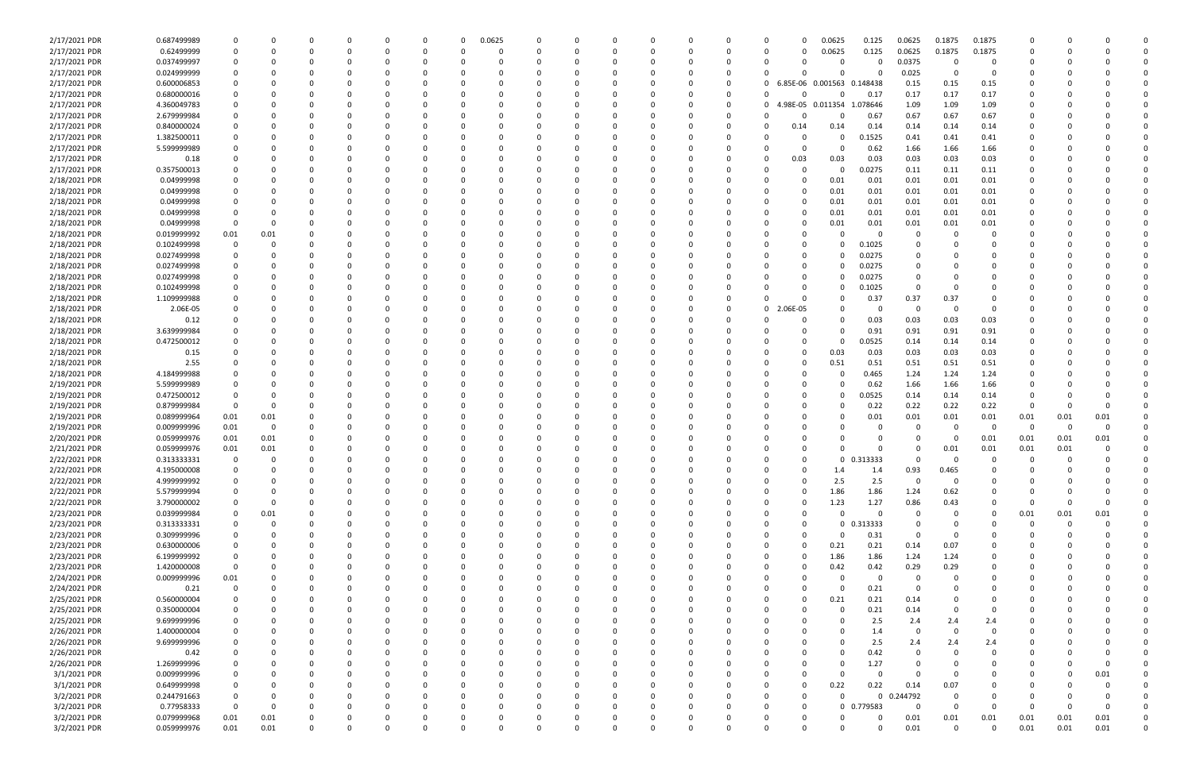| | | | | | | | | | | | | | | | | | | | | | | | | | | |
|---|---|---|---|---|---|---|---|---|---|---|---|---|---|---|---|---|---|---|---|---|---|---|---|---|---|---|
| 2/17/2021 PDR | 0.687499989 | 0 | 0 | 0 | 0 | 0 | 0 | 0 | 0.0625 | 0 | 0 | 0 | 0 | 0 | 0 | 0 | 0 | 0.0625 | 0.125 | 0.0625 | 0.1875 | 0.1875 | 0 | 0 | 0 | 0 |
| 2/17/2021 PDR | 0.62499999 | 0 | 0 | 0 | 0 | 0 | 0 | 0 | 0 | 0 | 0 | 0 | 0 | 0 | 0 | 0 | 0 | 0.0625 | 0.125 | 0.0625 | 0.1875 | 0.1875 | 0 | 0 | 0 | 0 |
| 2/17/2021 PDR | 0.037499997 | 0 | 0 | 0 | 0 | 0 | 0 | 0 | 0 | 0 | 0 | 0 | 0 | 0 | 0 | 0 | 0 | 0 | 0 | 0.0375 | 0 | 0 | 0 | 0 | 0 | 0 |
| 2/17/2021 PDR | 0.024999999 | 0 | 0 | 0 | 0 | 0 | 0 | 0 | 0 | 0 | 0 | 0 | 0 | 0 | 0 | 0 | 0 | 0 | 0 | 0.025 | 0 | 0 | 0 | 0 | 0 | 0 |
| 2/17/2021 PDR | 0.600006853 | 0 | 0 | 0 | 0 | 0 | 0 | 0 | 0 | 0 | 0 | 0 | 0 | 0 | 0 | 0 | 6.85E-06 | 0.001563 | 0.148438 | 0.15 | 0.15 | 0.15 | 0 | 0 | 0 | 0 |
| 2/17/2021 PDR | 0.680000016 | 0 | 0 | 0 | 0 | 0 | 0 | 0 | 0 | 0 | 0 | 0 | 0 | 0 | 0 | 0 | 0 | 0 | 0.17 | 0.17 | 0.17 | 0.17 | 0 | 0 | 0 | 0 |
| 2/17/2021 PDR | 4.360049783 | 0 | 0 | 0 | 0 | 0 | 0 | 0 | 0 | 0 | 0 | 0 | 0 | 0 | 0 | 0 | 4.98E-05 | 0.011354 | 1.078646 | 1.09 | 1.09 | 1.09 | 0 | 0 | 0 | 0 |
| 2/17/2021 PDR | 2.679999984 | 0 | 0 | 0 | 0 | 0 | 0 | 0 | 0 | 0 | 0 | 0 | 0 | 0 | 0 | 0 | 0 | 0 | 0.67 | 0.67 | 0.67 | 0.67 | 0 | 0 | 0 | 0 |
| 2/17/2021 PDR | 0.840000024 | 0 | 0 | 0 | 0 | 0 | 0 | 0 | 0 | 0 | 0 | 0 | 0 | 0 | 0 | 0 | 0.14 | 0.14 | 0.14 | 0.14 | 0.14 | 0.14 | 0 | 0 | 0 | 0 |
| 2/17/2021 PDR | 1.382500011 | 0 | 0 | 0 | 0 | 0 | 0 | 0 | 0 | 0 | 0 | 0 | 0 | 0 | 0 | 0 | 0 | 0 | 0.1525 | 0.41 | 0.41 | 0.41 | 0 | 0 | 0 | 0 |
| 2/17/2021 PDR | 5.599999989 | 0 | 0 | 0 | 0 | 0 | 0 | 0 | 0 | 0 | 0 | 0 | 0 | 0 | 0 | 0 | 0 | 0 | 0.62 | 1.66 | 1.66 | 1.66 | 0 | 0 | 0 | 0 |
| 2/17/2021 PDR | 0.18 | 0 | 0 | 0 | 0 | 0 | 0 | 0 | 0 | 0 | 0 | 0 | 0 | 0 | 0 | 0 | 0.03 | 0.03 | 0.03 | 0.03 | 0.03 | 0.03 | 0 | 0 | 0 | 0 |
| 2/17/2021 PDR | 0.357500013 | 0 | 0 | 0 | 0 | 0 | 0 | 0 | 0 | 0 | 0 | 0 | 0 | 0 | 0 | 0 | 0 | 0 | 0.0275 | 0.11 | 0.11 | 0.11 | 0 | 0 | 0 | 0 |
| 2/18/2021 PDR | 0.04999998 | 0 | 0 | 0 | 0 | 0 | 0 | 0 | 0 | 0 | 0 | 0 | 0 | 0 | 0 | 0 | 0 | 0.01 | 0.01 | 0.01 | 0.01 | 0.01 | 0 | 0 | 0 | 0 |
| 2/18/2021 PDR | 0.04999998 | 0 | 0 | 0 | 0 | 0 | 0 | 0 | 0 | 0 | 0 | 0 | 0 | 0 | 0 | 0 | 0 | 0.01 | 0.01 | 0.01 | 0.01 | 0.01 | 0 | 0 | 0 | 0 |
| 2/18/2021 PDR | 0.04999998 | 0 | 0 | 0 | 0 | 0 | 0 | 0 | 0 | 0 | 0 | 0 | 0 | 0 | 0 | 0 | 0 | 0.01 | 0.01 | 0.01 | 0.01 | 0.01 | 0 | 0 | 0 | 0 |
| 2/18/2021 PDR | 0.04999998 | 0 | 0 | 0 | 0 | 0 | 0 | 0 | 0 | 0 | 0 | 0 | 0 | 0 | 0 | 0 | 0 | 0.01 | 0.01 | 0.01 | 0.01 | 0.01 | 0 | 0 | 0 | 0 |
| 2/18/2021 PDR | 0.04999998 | 0 | 0 | 0 | 0 | 0 | 0 | 0 | 0 | 0 | 0 | 0 | 0 | 0 | 0 | 0 | 0 | 0.01 | 0.01 | 0.01 | 0.01 | 0.01 | 0 | 0 | 0 | 0 |
| 2/18/2021 PDR | 0.019999992 | 0.01 | 0.01 | 0 | 0 | 0 | 0 | 0 | 0 | 0 | 0 | 0 | 0 | 0 | 0 | 0 | 0 | 0 | 0 | 0 | 0 | 0 | 0 | 0 | 0 | 0 |
| 2/18/2021 PDR | 0.102499998 | 0 | 0 | 0 | 0 | 0 | 0 | 0 | 0 | 0 | 0 | 0 | 0 | 0 | 0 | 0 | 0 | 0 | 0.1025 | 0 | 0 | 0 | 0 | 0 | 0 | 0 |
| 2/18/2021 PDR | 0.027499998 | 0 | 0 | 0 | 0 | 0 | 0 | 0 | 0 | 0 | 0 | 0 | 0 | 0 | 0 | 0 | 0 | 0 | 0.0275 | 0 | 0 | 0 | 0 | 0 | 0 | 0 |
| 2/18/2021 PDR | 0.027499998 | 0 | 0 | 0 | 0 | 0 | 0 | 0 | 0 | 0 | 0 | 0 | 0 | 0 | 0 | 0 | 0 | 0 | 0.0275 | 0 | 0 | 0 | 0 | 0 | 0 | 0 |
| 2/18/2021 PDR | 0.027499998 | 0 | 0 | 0 | 0 | 0 | 0 | 0 | 0 | 0 | 0 | 0 | 0 | 0 | 0 | 0 | 0 | 0 | 0.0275 | 0 | 0 | 0 | 0 | 0 | 0 | 0 |
| 2/18/2021 PDR | 0.102499998 | 0 | 0 | 0 | 0 | 0 | 0 | 0 | 0 | 0 | 0 | 0 | 0 | 0 | 0 | 0 | 0 | 0 | 0.1025 | 0 | 0 | 0 | 0 | 0 | 0 | 0 |
| 2/18/2021 PDR | 1.109999988 | 0 | 0 | 0 | 0 | 0 | 0 | 0 | 0 | 0 | 0 | 0 | 0 | 0 | 0 | 0 | 0 | 0 | 0.37 | 0.37 | 0.37 | 0 | 0 | 0 | 0 | 0 |
| 2/18/2021 PDR | 2.06E-05 | 0 | 0 | 0 | 0 | 0 | 0 | 0 | 0 | 0 | 0 | 0 | 0 | 0 | 0 | 0 | 2.06E-05 | 0 | 0 | 0 | 0 | 0 | 0 | 0 | 0 | 0 |
| 2/18/2021 PDR | 0.12 | 0 | 0 | 0 | 0 | 0 | 0 | 0 | 0 | 0 | 0 | 0 | 0 | 0 | 0 | 0 | 0 | 0 | 0.03 | 0.03 | 0.03 | 0.03 | 0 | 0 | 0 | 0 |
| 2/18/2021 PDR | 3.639999984 | 0 | 0 | 0 | 0 | 0 | 0 | 0 | 0 | 0 | 0 | 0 | 0 | 0 | 0 | 0 | 0 | 0 | 0.91 | 0.91 | 0.91 | 0.91 | 0 | 0 | 0 | 0 |
| 2/18/2021 PDR | 0.472500012 | 0 | 0 | 0 | 0 | 0 | 0 | 0 | 0 | 0 | 0 | 0 | 0 | 0 | 0 | 0 | 0 | 0 | 0.0525 | 0.14 | 0.14 | 0.14 | 0 | 0 | 0 | 0 |
| 2/18/2021 PDR | 0.15 | 0 | 0 | 0 | 0 | 0 | 0 | 0 | 0 | 0 | 0 | 0 | 0 | 0 | 0 | 0 | 0 | 0.03 | 0.03 | 0.03 | 0.03 | 0.03 | 0 | 0 | 0 | 0 |
| 2/18/2021 PDR | 2.55 | 0 | 0 | 0 | 0 | 0 | 0 | 0 | 0 | 0 | 0 | 0 | 0 | 0 | 0 | 0 | 0 | 0.51 | 0.51 | 0.51 | 0.51 | 0.51 | 0 | 0 | 0 | 0 |
| 2/18/2021 PDR | 4.184999988 | 0 | 0 | 0 | 0 | 0 | 0 | 0 | 0 | 0 | 0 | 0 | 0 | 0 | 0 | 0 | 0 | 0 | 0.465 | 1.24 | 1.24 | 1.24 | 0 | 0 | 0 | 0 |
| 2/19/2021 PDR | 5.599999989 | 0 | 0 | 0 | 0 | 0 | 0 | 0 | 0 | 0 | 0 | 0 | 0 | 0 | 0 | 0 | 0 | 0 | 0.62 | 1.66 | 1.66 | 1.66 | 0 | 0 | 0 | 0 |
| 2/19/2021 PDR | 0.472500012 | 0 | 0 | 0 | 0 | 0 | 0 | 0 | 0 | 0 | 0 | 0 | 0 | 0 | 0 | 0 | 0 | 0 | 0.0525 | 0.14 | 0.14 | 0.14 | 0 | 0 | 0 | 0 |
| 2/19/2021 PDR | 0.879999984 | 0 | 0 | 0 | 0 | 0 | 0 | 0 | 0 | 0 | 0 | 0 | 0 | 0 | 0 | 0 | 0 | 0 | 0.22 | 0.22 | 0.22 | 0.22 | 0 | 0 | 0 | 0 |
| 2/19/2021 PDR | 0.089999964 | 0.01 | 0.01 | 0 | 0 | 0 | 0 | 0 | 0 | 0 | 0 | 0 | 0 | 0 | 0 | 0 | 0 | 0 | 0.01 | 0.01 | 0.01 | 0.01 | 0.01 | 0.01 | 0.01 | 0 |
| 2/19/2021 PDR | 0.009999996 | 0.01 | 0 | 0 | 0 | 0 | 0 | 0 | 0 | 0 | 0 | 0 | 0 | 0 | 0 | 0 | 0 | 0 | 0 | 0 | 0 | 0 | 0 | 0 | 0 | 0 |
| 2/20/2021 PDR | 0.059999976 | 0.01 | 0.01 | 0 | 0 | 0 | 0 | 0 | 0 | 0 | 0 | 0 | 0 | 0 | 0 | 0 | 0 | 0 | 0 | 0 | 0 | 0.01 | 0.01 | 0.01 | 0.01 | 0 |
| 2/21/2021 PDR | 0.059999976 | 0.01 | 0.01 | 0 | 0 | 0 | 0 | 0 | 0 | 0 | 0 | 0 | 0 | 0 | 0 | 0 | 0 | 0 | 0 | 0 | 0.01 | 0.01 | 0.01 | 0.01 | 0 | 0 |
| 2/22/2021 PDR | 0.313333331 | 0 | 0 | 0 | 0 | 0 | 0 | 0 | 0 | 0 | 0 | 0 | 0 | 0 | 0 | 0 | 0 | 0 | 0.313333 | 0 | 0 | 0 | 0 | 0 | 0 | 0 |
| 2/22/2021 PDR | 4.195000008 | 0 | 0 | 0 | 0 | 0 | 0 | 0 | 0 | 0 | 0 | 0 | 0 | 0 | 0 | 0 | 0 | 1.4 | 1.4 | 0.93 | 0.465 | 0 | 0 | 0 | 0 | 0 |
| 2/22/2021 PDR | 4.999999992 | 0 | 0 | 0 | 0 | 0 | 0 | 0 | 0 | 0 | 0 | 0 | 0 | 0 | 0 | 0 | 0 | 2.5 | 2.5 | 0 | 0 | 0 | 0 | 0 | 0 | 0 |
| 2/22/2021 PDR | 5.579999994 | 0 | 0 | 0 | 0 | 0 | 0 | 0 | 0 | 0 | 0 | 0 | 0 | 0 | 0 | 0 | 0 | 1.86 | 1.86 | 1.24 | 0.62 | 0 | 0 | 0 | 0 | 0 |
| 2/22/2021 PDR | 3.790000002 | 0 | 0 | 0 | 0 | 0 | 0 | 0 | 0 | 0 | 0 | 0 | 0 | 0 | 0 | 0 | 0 | 1.23 | 1.27 | 0.86 | 0.43 | 0 | 0 | 0 | 0 | 0 |
| 2/23/2021 PDR | 0.039999984 | 0 | 0.01 | 0 | 0 | 0 | 0 | 0 | 0 | 0 | 0 | 0 | 0 | 0 | 0 | 0 | 0 | 0 | 0 | 0 | 0 | 0 | 0.01 | 0.01 | 0.01 | 0 |
| 2/23/2021 PDR | 0.313333331 | 0 | 0 | 0 | 0 | 0 | 0 | 0 | 0 | 0 | 0 | 0 | 0 | 0 | 0 | 0 | 0 | 0 | 0.313333 | 0 | 0 | 0 | 0 | 0 | 0 | 0 |
| 2/23/2021 PDR | 0.309999996 | 0 | 0 | 0 | 0 | 0 | 0 | 0 | 0 | 0 | 0 | 0 | 0 | 0 | 0 | 0 | 0 | 0 | 0.31 | 0 | 0 | 0 | 0 | 0 | 0 | 0 |
| 2/23/2021 PDR | 0.630000006 | 0 | 0 | 0 | 0 | 0 | 0 | 0 | 0 | 0 | 0 | 0 | 0 | 0 | 0 | 0 | 0 | 0.21 | 0.21 | 0.14 | 0.07 | 0 | 0 | 0 | 0 | 0 |
| 2/23/2021 PDR | 6.199999992 | 0 | 0 | 0 | 0 | 0 | 0 | 0 | 0 | 0 | 0 | 0 | 0 | 0 | 0 | 0 | 0 | 1.86 | 1.86 | 1.24 | 1.24 | 0 | 0 | 0 | 0 | 0 |
| 2/23/2021 PDR | 1.420000008 | 0 | 0 | 0 | 0 | 0 | 0 | 0 | 0 | 0 | 0 | 0 | 0 | 0 | 0 | 0 | 0 | 0.42 | 0.42 | 0.29 | 0.29 | 0 | 0 | 0 | 0 | 0 |
| 2/24/2021 PDR | 0.009999996 | 0.01 | 0 | 0 | 0 | 0 | 0 | 0 | 0 | 0 | 0 | 0 | 0 | 0 | 0 | 0 | 0 | 0 | 0 | 0 | 0 | 0 | 0 | 0 | 0 | 0 |
| 2/24/2021 PDR | 0.21 | 0 | 0 | 0 | 0 | 0 | 0 | 0 | 0 | 0 | 0 | 0 | 0 | 0 | 0 | 0 | 0 | 0 | 0.21 | 0 | 0 | 0 | 0 | 0 | 0 | 0 |
| 2/25/2021 PDR | 0.560000004 | 0 | 0 | 0 | 0 | 0 | 0 | 0 | 0 | 0 | 0 | 0 | 0 | 0 | 0 | 0 | 0 | 0.21 | 0.21 | 0.14 | 0 | 0 | 0 | 0 | 0 | 0 |
| 2/25/2021 PDR | 0.350000004 | 0 | 0 | 0 | 0 | 0 | 0 | 0 | 0 | 0 | 0 | 0 | 0 | 0 | 0 | 0 | 0 | 0 | 0.21 | 0.14 | 0 | 0 | 0 | 0 | 0 | 0 |
| 2/25/2021 PDR | 9.699999996 | 0 | 0 | 0 | 0 | 0 | 0 | 0 | 0 | 0 | 0 | 0 | 0 | 0 | 0 | 0 | 0 | 0 | 2.5 | 2.4 | 2.4 | 2.4 | 0 | 0 | 0 | 0 |
| 2/26/2021 PDR | 1.400000004 | 0 | 0 | 0 | 0 | 0 | 0 | 0 | 0 | 0 | 0 | 0 | 0 | 0 | 0 | 0 | 0 | 0 | 1.4 | 0 | 0 | 0 | 0 | 0 | 0 | 0 |
| 2/26/2021 PDR | 9.699999996 | 0 | 0 | 0 | 0 | 0 | 0 | 0 | 0 | 0 | 0 | 0 | 0 | 0 | 0 | 0 | 0 | 0 | 2.5 | 2.4 | 2.4 | 2.4 | 0 | 0 | 0 | 0 |
| 2/26/2021 PDR | 0.42 | 0 | 0 | 0 | 0 | 0 | 0 | 0 | 0 | 0 | 0 | 0 | 0 | 0 | 0 | 0 | 0 | 0 | 0.42 | 0 | 0 | 0 | 0 | 0 | 0 | 0 |
| 2/26/2021 PDR | 1.269999996 | 0 | 0 | 0 | 0 | 0 | 0 | 0 | 0 | 0 | 0 | 0 | 0 | 0 | 0 | 0 | 0 | 0 | 1.27 | 0 | 0 | 0 | 0 | 0 | 0 | 0 |
| 3/1/2021 PDR | 0.009999996 | 0 | 0 | 0 | 0 | 0 | 0 | 0 | 0 | 0 | 0 | 0 | 0 | 0 | 0 | 0 | 0 | 0 | 0 | 0 | 0 | 0 | 0 | 0 | 0.01 | 0 |
| 3/1/2021 PDR | 0.649999998 | 0 | 0 | 0 | 0 | 0 | 0 | 0 | 0 | 0 | 0 | 0 | 0 | 0 | 0 | 0 | 0 | 0.22 | 0.22 | 0.14 | 0.07 | 0 | 0 | 0 | 0 | 0 |
| 3/2/2021 PDR | 0.244791663 | 0 | 0 | 0 | 0 | 0 | 0 | 0 | 0 | 0 | 0 | 0 | 0 | 0 | 0 | 0 | 0 | 0 | 0 | 0.244792 | 0 | 0 | 0 | 0 | 0 | 0 |
| 3/2/2021 PDR | 0.77958333 | 0 | 0 | 0 | 0 | 0 | 0 | 0 | 0 | 0 | 0 | 0 | 0 | 0 | 0 | 0 | 0 | 0 | 0.779583 | 0 | 0 | 0 | 0 | 0 | 0 | 0 |
| 3/2/2021 PDR | 0.079999968 | 0.01 | 0.01 | 0 | 0 | 0 | 0 | 0 | 0 | 0 | 0 | 0 | 0 | 0 | 0 | 0 | 0 | 0 | 0 | 0.01 | 0.01 | 0.01 | 0.01 | 0.01 | 0.01 | 0 |
| 3/2/2021 PDR | 0.059999976 | 0.01 | 0.01 | 0 | 0 | 0 | 0 | 0 | 0 | 0 | 0 | 0 | 0 | 0 | 0 | 0 | 0 | 0 | 0 | 0.01 | 0 | 0 | 0.01 | 0.01 | 0.01 | 0 |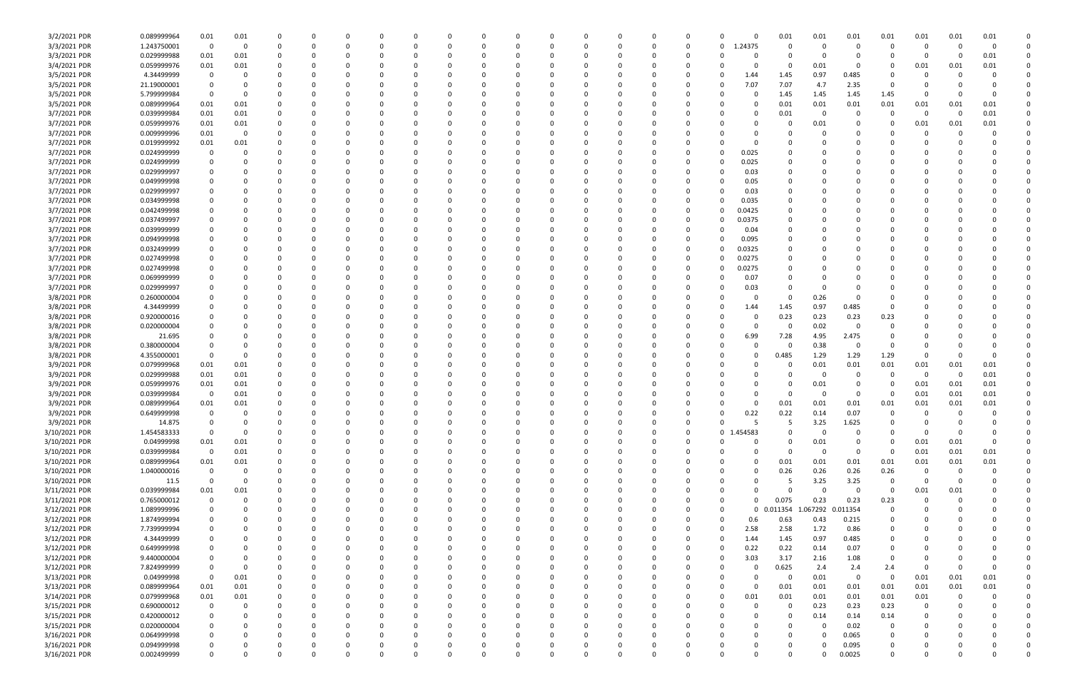| | | | | | | | | | | | | | | | | | | | | | | | | | | |
|---|---|---|---|---|---|---|---|---|---|---|---|---|---|---|---|---|---|---|---|---|---|---|---|---|---|---|
| 3/2/2021 PDR | 0.089999964 | 0.01 | 0.01 | 0 | 0 | 0 | 0 | 0 | 0 | 0 | 0 | 0 | 0 | 0 | 0 | 0 | 0 | 0 | 0.01 | 0.01 | 0.01 | 0.01 | 0.01 | 0.01 | 0.01 | 0 |
| 3/3/2021 PDR | 1.243750001 | 0 | 0 | 0 | 0 | 0 | 0 | 0 | 0 | 0 | 0 | 0 | 0 | 0 | 0 | 0 | 0 | 1.24375 | 0 | 0 | 0 | 0 | 0 | 0 | 0 | 0 |
| 3/3/2021 PDR | 0.029999988 | 0.01 | 0.01 | 0 | 0 | 0 | 0 | 0 | 0 | 0 | 0 | 0 | 0 | 0 | 0 | 0 | 0 | 0 | 0 | 0 | 0 | 0 | 0 | 0 | 0.01 | 0 |
| 3/4/2021 PDR | 0.059999976 | 0.01 | 0.01 | 0 | 0 | 0 | 0 | 0 | 0 | 0 | 0 | 0 | 0 | 0 | 0 | 0 | 0 | 0 | 0 | 0.01 | 0 | 0 | 0.01 | 0.01 | 0.01 | 0 |
| 3/5/2021 PDR | 4.34499999 | 0 | 0 | 0 | 0 | 0 | 0 | 0 | 0 | 0 | 0 | 0 | 0 | 0 | 0 | 0 | 0 | 1.44 | 1.45 | 0.97 | 0.485 | 0 | 0 | 0 | 0 | 0 |
| 3/5/2021 PDR | 21.19000001 | 0 | 0 | 0 | 0 | 0 | 0 | 0 | 0 | 0 | 0 | 0 | 0 | 0 | 0 | 0 | 0 | 7.07 | 7.07 | 4.7 | 2.35 | 0 | 0 | 0 | 0 | 0 |
| 3/5/2021 PDR | 5.799999984 | 0 | 0 | 0 | 0 | 0 | 0 | 0 | 0 | 0 | 0 | 0 | 0 | 0 | 0 | 0 | 0 | 0 | 1.45 | 1.45 | 1.45 | 1.45 | 0 | 0 | 0 | 0 |
| 3/5/2021 PDR | 0.089999964 | 0.01 | 0.01 | 0 | 0 | 0 | 0 | 0 | 0 | 0 | 0 | 0 | 0 | 0 | 0 | 0 | 0 | 0 | 0.01 | 0.01 | 0.01 | 0.01 | 0.01 | 0.01 | 0.01 | 0 |
| 3/7/2021 PDR | 0.039999984 | 0.01 | 0.01 | 0 | 0 | 0 | 0 | 0 | 0 | 0 | 0 | 0 | 0 | 0 | 0 | 0 | 0 | 0 | 0.01 | 0 | 0 | 0 | 0 | 0 | 0.01 | 0 |
| 3/7/2021 PDR | 0.059999976 | 0.01 | 0.01 | 0 | 0 | 0 | 0 | 0 | 0 | 0 | 0 | 0 | 0 | 0 | 0 | 0 | 0 | 0 | 0 | 0.01 | 0 | 0 | 0.01 | 0.01 | 0.01 | 0 |
| 3/7/2021 PDR | 0.009999996 | 0.01 | 0 | 0 | 0 | 0 | 0 | 0 | 0 | 0 | 0 | 0 | 0 | 0 | 0 | 0 | 0 | 0 | 0 | 0 | 0 | 0 | 0 | 0 | 0 | 0 |
| 3/7/2021 PDR | 0.019999992 | 0.01 | 0.01 | 0 | 0 | 0 | 0 | 0 | 0 | 0 | 0 | 0 | 0 | 0 | 0 | 0 | 0 | 0 | 0 | 0 | 0 | 0 | 0 | 0 | 0 | 0 |
| 3/7/2021 PDR | 0.024999999 | 0 | 0 | 0 | 0 | 0 | 0 | 0 | 0 | 0 | 0 | 0 | 0 | 0 | 0 | 0 | 0 | 0.025 | 0 | 0 | 0 | 0 | 0 | 0 | 0 | 0 |
| 3/7/2021 PDR | 0.024999999 | 0 | 0 | 0 | 0 | 0 | 0 | 0 | 0 | 0 | 0 | 0 | 0 | 0 | 0 | 0 | 0 | 0.025 | 0 | 0 | 0 | 0 | 0 | 0 | 0 | 0 |
| 3/7/2021 PDR | 0.029999997 | 0 | 0 | 0 | 0 | 0 | 0 | 0 | 0 | 0 | 0 | 0 | 0 | 0 | 0 | 0 | 0 | 0.03 | 0 | 0 | 0 | 0 | 0 | 0 | 0 | 0 |
| 3/7/2021 PDR | 0.049999998 | 0 | 0 | 0 | 0 | 0 | 0 | 0 | 0 | 0 | 0 | 0 | 0 | 0 | 0 | 0 | 0 | 0.05 | 0 | 0 | 0 | 0 | 0 | 0 | 0 | 0 |
| 3/7/2021 PDR | 0.029999997 | 0 | 0 | 0 | 0 | 0 | 0 | 0 | 0 | 0 | 0 | 0 | 0 | 0 | 0 | 0 | 0 | 0.03 | 0 | 0 | 0 | 0 | 0 | 0 | 0 | 0 |
| 3/7/2021 PDR | 0.034999998 | 0 | 0 | 0 | 0 | 0 | 0 | 0 | 0 | 0 | 0 | 0 | 0 | 0 | 0 | 0 | 0 | 0.035 | 0 | 0 | 0 | 0 | 0 | 0 | 0 | 0 |
| 3/7/2021 PDR | 0.042499998 | 0 | 0 | 0 | 0 | 0 | 0 | 0 | 0 | 0 | 0 | 0 | 0 | 0 | 0 | 0 | 0 | 0.0425 | 0 | 0 | 0 | 0 | 0 | 0 | 0 | 0 |
| 3/7/2021 PDR | 0.037499997 | 0 | 0 | 0 | 0 | 0 | 0 | 0 | 0 | 0 | 0 | 0 | 0 | 0 | 0 | 0 | 0 | 0.0375 | 0 | 0 | 0 | 0 | 0 | 0 | 0 | 0 |
| 3/7/2021 PDR | 0.039999999 | 0 | 0 | 0 | 0 | 0 | 0 | 0 | 0 | 0 | 0 | 0 | 0 | 0 | 0 | 0 | 0 | 0.04 | 0 | 0 | 0 | 0 | 0 | 0 | 0 | 0 |
| 3/7/2021 PDR | 0.094999998 | 0 | 0 | 0 | 0 | 0 | 0 | 0 | 0 | 0 | 0 | 0 | 0 | 0 | 0 | 0 | 0 | 0.095 | 0 | 0 | 0 | 0 | 0 | 0 | 0 | 0 |
| 3/7/2021 PDR | 0.032499999 | 0 | 0 | 0 | 0 | 0 | 0 | 0 | 0 | 0 | 0 | 0 | 0 | 0 | 0 | 0 | 0 | 0.0325 | 0 | 0 | 0 | 0 | 0 | 0 | 0 | 0 |
| 3/7/2021 PDR | 0.027499998 | 0 | 0 | 0 | 0 | 0 | 0 | 0 | 0 | 0 | 0 | 0 | 0 | 0 | 0 | 0 | 0 | 0.0275 | 0 | 0 | 0 | 0 | 0 | 0 | 0 | 0 |
| 3/7/2021 PDR | 0.027499998 | 0 | 0 | 0 | 0 | 0 | 0 | 0 | 0 | 0 | 0 | 0 | 0 | 0 | 0 | 0 | 0 | 0.0275 | 0 | 0 | 0 | 0 | 0 | 0 | 0 | 0 |
| 3/7/2021 PDR | 0.069999999 | 0 | 0 | 0 | 0 | 0 | 0 | 0 | 0 | 0 | 0 | 0 | 0 | 0 | 0 | 0 | 0 | 0.07 | 0 | 0 | 0 | 0 | 0 | 0 | 0 | 0 |
| 3/7/2021 PDR | 0.029999997 | 0 | 0 | 0 | 0 | 0 | 0 | 0 | 0 | 0 | 0 | 0 | 0 | 0 | 0 | 0 | 0 | 0.03 | 0 | 0 | 0 | 0 | 0 | 0 | 0 | 0 |
| 3/8/2021 PDR | 0.260000004 | 0 | 0 | 0 | 0 | 0 | 0 | 0 | 0 | 0 | 0 | 0 | 0 | 0 | 0 | 0 | 0 | 0 | 0 | 0.26 | 0 | 0 | 0 | 0 | 0 | 0 |
| 3/8/2021 PDR | 4.34499999 | 0 | 0 | 0 | 0 | 0 | 0 | 0 | 0 | 0 | 0 | 0 | 0 | 0 | 0 | 0 | 0 | 1.44 | 1.45 | 0.97 | 0.485 | 0 | 0 | 0 | 0 | 0 |
| 3/8/2021 PDR | 0.920000016 | 0 | 0 | 0 | 0 | 0 | 0 | 0 | 0 | 0 | 0 | 0 | 0 | 0 | 0 | 0 | 0 | 0 | 0.23 | 0.23 | 0.23 | 0.23 | 0 | 0 | 0 | 0 |
| 3/8/2021 PDR | 0.020000004 | 0 | 0 | 0 | 0 | 0 | 0 | 0 | 0 | 0 | 0 | 0 | 0 | 0 | 0 | 0 | 0 | 0 | 0 | 0.02 | 0 | 0 | 0 | 0 | 0 | 0 |
| 3/8/2021 PDR | 21.695 | 0 | 0 | 0 | 0 | 0 | 0 | 0 | 0 | 0 | 0 | 0 | 0 | 0 | 0 | 0 | 0 | 6.99 | 7.28 | 4.95 | 2.475 | 0 | 0 | 0 | 0 | 0 |
| 3/8/2021 PDR | 0.380000004 | 0 | 0 | 0 | 0 | 0 | 0 | 0 | 0 | 0 | 0 | 0 | 0 | 0 | 0 | 0 | 0 | 0 | 0 | 0.38 | 0 | 0 | 0 | 0 | 0 | 0 |
| 3/8/2021 PDR | 4.355000001 | 0 | 0 | 0 | 0 | 0 | 0 | 0 | 0 | 0 | 0 | 0 | 0 | 0 | 0 | 0 | 0 | 0 | 0.485 | 1.29 | 1.29 | 1.29 | 0 | 0 | 0 | 0 |
| 3/9/2021 PDR | 0.079999968 | 0.01 | 0.01 | 0 | 0 | 0 | 0 | 0 | 0 | 0 | 0 | 0 | 0 | 0 | 0 | 0 | 0 | 0 | 0 | 0.01 | 0.01 | 0.01 | 0.01 | 0.01 | 0.01 | 0 |
| 3/9/2021 PDR | 0.029999988 | 0.01 | 0.01 | 0 | 0 | 0 | 0 | 0 | 0 | 0 | 0 | 0 | 0 | 0 | 0 | 0 | 0 | 0 | 0 | 0 | 0 | 0 | 0 | 0 | 0.01 | 0 |
| 3/9/2021 PDR | 0.059999976 | 0.01 | 0.01 | 0 | 0 | 0 | 0 | 0 | 0 | 0 | 0 | 0 | 0 | 0 | 0 | 0 | 0 | 0 | 0 | 0.01 | 0 | 0 | 0.01 | 0.01 | 0.01 | 0 |
| 3/9/2021 PDR | 0.039999984 | 0 | 0.01 | 0 | 0 | 0 | 0 | 0 | 0 | 0 | 0 | 0 | 0 | 0 | 0 | 0 | 0 | 0 | 0 | 0 | 0 | 0 | 0.01 | 0.01 | 0.01 | 0 |
| 3/9/2021 PDR | 0.089999964 | 0.01 | 0.01 | 0 | 0 | 0 | 0 | 0 | 0 | 0 | 0 | 0 | 0 | 0 | 0 | 0 | 0 | 0 | 0.01 | 0.01 | 0.01 | 0.01 | 0.01 | 0.01 | 0.01 | 0 |
| 3/9/2021 PDR | 0.649999998 | 0 | 0 | 0 | 0 | 0 | 0 | 0 | 0 | 0 | 0 | 0 | 0 | 0 | 0 | 0 | 0 | 0.22 | 0.22 | 0.14 | 0.07 | 0 | 0 | 0 | 0 | 0 |
| 3/9/2021 PDR | 14.875 | 0 | 0 | 0 | 0 | 0 | 0 | 0 | 0 | 0 | 0 | 0 | 0 | 0 | 0 | 0 | 0 | 5 | 5 | 3.25 | 1.625 | 0 | 0 | 0 | 0 | 0 |
| 3/10/2021 PDR | 1.454583333 | 0 | 0 | 0 | 0 | 0 | 0 | 0 | 0 | 0 | 0 | 0 | 0 | 0 | 0 | 0 | 0 | 1.454583 | 0 | 0 | 0 | 0 | 0 | 0 | 0 | 0 |
| 3/10/2021 PDR | 0.04999998 | 0.01 | 0.01 | 0 | 0 | 0 | 0 | 0 | 0 | 0 | 0 | 0 | 0 | 0 | 0 | 0 | 0 | 0 | 0 | 0.01 | 0 | 0 | 0.01 | 0.01 | 0 | 0 |
| 3/10/2021 PDR | 0.039999984 | 0 | 0.01 | 0 | 0 | 0 | 0 | 0 | 0 | 0 | 0 | 0 | 0 | 0 | 0 | 0 | 0 | 0 | 0 | 0 | 0 | 0 | 0.01 | 0.01 | 0.01 | 0 |
| 3/10/2021 PDR | 0.089999964 | 0.01 | 0.01 | 0 | 0 | 0 | 0 | 0 | 0 | 0 | 0 | 0 | 0 | 0 | 0 | 0 | 0 | 0 | 0.01 | 0.01 | 0.01 | 0.01 | 0.01 | 0.01 | 0.01 | 0 |
| 3/10/2021 PDR | 1.040000016 | 0 | 0 | 0 | 0 | 0 | 0 | 0 | 0 | 0 | 0 | 0 | 0 | 0 | 0 | 0 | 0 | 0 | 0.26 | 0.26 | 0.26 | 0.26 | 0 | 0 | 0 | 0 |
| 3/10/2021 PDR | 11.5 | 0 | 0 | 0 | 0 | 0 | 0 | 0 | 0 | 0 | 0 | 0 | 0 | 0 | 0 | 0 | 0 | 0 | 5 | 3.25 | 3.25 | 0 | 0 | 0 | 0 | 0 |
| 3/11/2021 PDR | 0.039999984 | 0.01 | 0.01 | 0 | 0 | 0 | 0 | 0 | 0 | 0 | 0 | 0 | 0 | 0 | 0 | 0 | 0 | 0 | 0 | 0 | 0 | 0 | 0.01 | 0.01 | 0 | 0 |
| 3/11/2021 PDR | 0.765000012 | 0 | 0 | 0 | 0 | 0 | 0 | 0 | 0 | 0 | 0 | 0 | 0 | 0 | 0 | 0 | 0 | 0 | 0.075 | 0.23 | 0.23 | 0.23 | 0 | 0 | 0 | 0 |
| 3/12/2021 PDR | 1.089999996 | 0 | 0 | 0 | 0 | 0 | 0 | 0 | 0 | 0 | 0 | 0 | 0 | 0 | 0 | 0 | 0 | 0 | 0.011354 | 1.067292 | 0.011354 | 0 | 0 | 0 | 0 | 0 |
| 3/12/2021 PDR | 1.874999994 | 0 | 0 | 0 | 0 | 0 | 0 | 0 | 0 | 0 | 0 | 0 | 0 | 0 | 0 | 0 | 0 | 0.6 | 0.63 | 0.43 | 0.215 | 0 | 0 | 0 | 0 | 0 |
| 3/12/2021 PDR | 7.739999994 | 0 | 0 | 0 | 0 | 0 | 0 | 0 | 0 | 0 | 0 | 0 | 0 | 0 | 0 | 0 | 0 | 2.58 | 2.58 | 1.72 | 0.86 | 0 | 0 | 0 | 0 | 0 |
| 3/12/2021 PDR | 4.34499999 | 0 | 0 | 0 | 0 | 0 | 0 | 0 | 0 | 0 | 0 | 0 | 0 | 0 | 0 | 0 | 0 | 1.44 | 1.45 | 0.97 | 0.485 | 0 | 0 | 0 | 0 | 0 |
| 3/12/2021 PDR | 0.649999998 | 0 | 0 | 0 | 0 | 0 | 0 | 0 | 0 | 0 | 0 | 0 | 0 | 0 | 0 | 0 | 0 | 0.22 | 0.22 | 0.14 | 0.07 | 0 | 0 | 0 | 0 | 0 |
| 3/12/2021 PDR | 9.440000004 | 0 | 0 | 0 | 0 | 0 | 0 | 0 | 0 | 0 | 0 | 0 | 0 | 0 | 0 | 0 | 0 | 3.03 | 3.17 | 2.16 | 1.08 | 0 | 0 | 0 | 0 | 0 |
| 3/12/2021 PDR | 7.824999999 | 0 | 0 | 0 | 0 | 0 | 0 | 0 | 0 | 0 | 0 | 0 | 0 | 0 | 0 | 0 | 0 | 0 | 0.625 | 2.4 | 2.4 | 2.4 | 0 | 0 | 0 | 0 |
| 3/13/2021 PDR | 0.04999998 | 0 | 0.01 | 0 | 0 | 0 | 0 | 0 | 0 | 0 | 0 | 0 | 0 | 0 | 0 | 0 | 0 | 0 | 0 | 0.01 | 0 | 0 | 0.01 | 0.01 | 0.01 | 0 |
| 3/13/2021 PDR | 0.089999964 | 0.01 | 0.01 | 0 | 0 | 0 | 0 | 0 | 0 | 0 | 0 | 0 | 0 | 0 | 0 | 0 | 0 | 0 | 0.01 | 0.01 | 0.01 | 0.01 | 0.01 | 0.01 | 0.01 | 0 |
| 3/14/2021 PDR | 0.079999968 | 0.01 | 0.01 | 0 | 0 | 0 | 0 | 0 | 0 | 0 | 0 | 0 | 0 | 0 | 0 | 0 | 0 | 0.01 | 0.01 | 0.01 | 0.01 | 0.01 | 0.01 | 0 | 0 | 0 |
| 3/15/2021 PDR | 0.690000012 | 0 | 0 | 0 | 0 | 0 | 0 | 0 | 0 | 0 | 0 | 0 | 0 | 0 | 0 | 0 | 0 | 0 | 0 | 0.23 | 0.23 | 0.23 | 0 | 0 | 0 | 0 |
| 3/15/2021 PDR | 0.420000012 | 0 | 0 | 0 | 0 | 0 | 0 | 0 | 0 | 0 | 0 | 0 | 0 | 0 | 0 | 0 | 0 | 0 | 0 | 0.14 | 0.14 | 0.14 | 0 | 0 | 0 | 0 |
| 3/15/2021 PDR | 0.020000004 | 0 | 0 | 0 | 0 | 0 | 0 | 0 | 0 | 0 | 0 | 0 | 0 | 0 | 0 | 0 | 0 | 0 | 0 | 0 | 0.02 | 0 | 0 | 0 | 0 | 0 |
| 3/16/2021 PDR | 0.064999998 | 0 | 0 | 0 | 0 | 0 | 0 | 0 | 0 | 0 | 0 | 0 | 0 | 0 | 0 | 0 | 0 | 0 | 0 | 0 | 0.065 | 0 | 0 | 0 | 0 | 0 |
| 3/16/2021 PDR | 0.094999998 | 0 | 0 | 0 | 0 | 0 | 0 | 0 | 0 | 0 | 0 | 0 | 0 | 0 | 0 | 0 | 0 | 0 | 0 | 0 | 0.095 | 0 | 0 | 0 | 0 | 0 |
| 3/16/2021 PDR | 0.002499999 | 0 | 0 | 0 | 0 | 0 | 0 | 0 | 0 | 0 | 0 | 0 | 0 | 0 | 0 | 0 | 0 | 0 | 0 | 0 | 0.0025 | 0 | 0 | 0 | 0 | 0 |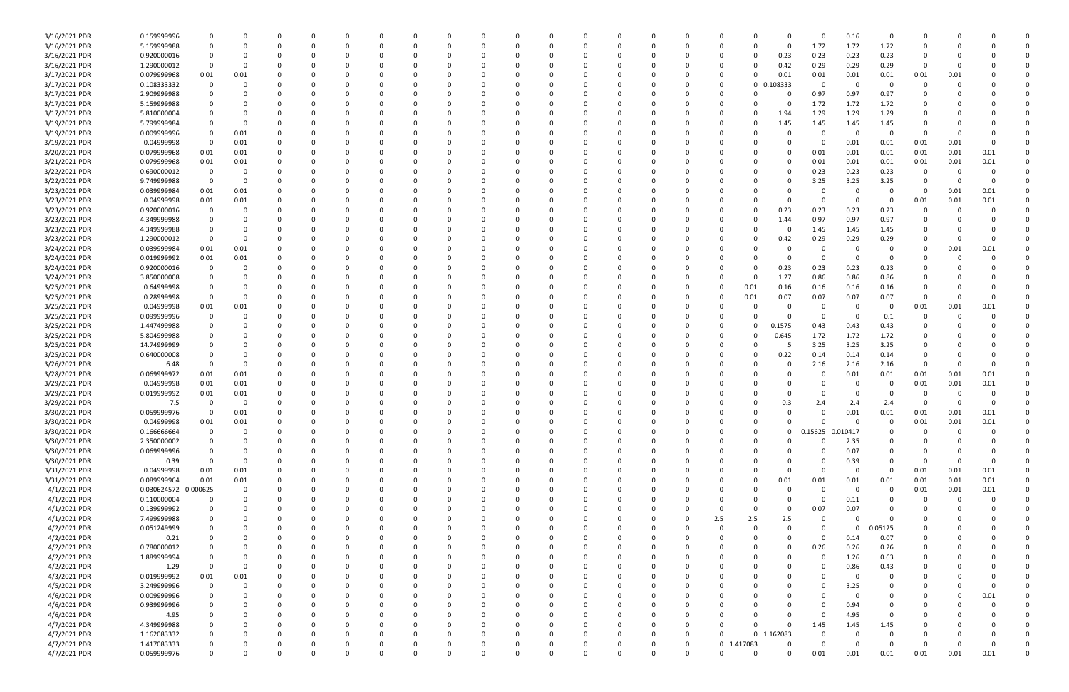| | | | | | | | | | | | | | | | | | | | | | | | |
|---|---|---|---|---|---|---|---|---|---|---|---|---|---|---|---|---|---|---|---|---|---|---|---|
| 3/16/2021 PDR | 0.159999996 | 0 | 0 | 0 | 0 | 0 | 0 | 0 | 0 | 0 | 0 | 0 | 0 | 0 | 0 | 0 | 0 | 0.16 | 0 | 0 | 0 | 0 | 0 |
| 3/16/2021 PDR | 5.159999988 | 0 | 0 | 0 | 0 | 0 | 0 | 0 | 0 | 0 | 0 | 0 | 0 | 0 | 0 | 0 | 1.72 | 1.72 | 1.72 | 0 | 0 | 0 | 0 |
| 3/16/2021 PDR | 0.920000016 | 0 | 0 | 0 | 0 | 0 | 0 | 0 | 0 | 0 | 0 | 0 | 0 | 0 | 0 | 0.23 | 0.23 | 0.23 | 0.23 | 0 | 0 | 0 | 0 |
| 3/16/2021 PDR | 1.290000012 | 0 | 0 | 0 | 0 | 0 | 0 | 0 | 0 | 0 | 0 | 0 | 0 | 0 | 0 | 0.42 | 0.29 | 0.29 | 0.29 | 0 | 0 | 0 | 0 |
| 3/17/2021 PDR | 0.079999968 | 0.01 | 0.01 | 0 | 0 | 0 | 0 | 0 | 0 | 0 | 0 | 0 | 0 | 0 | 0 | 0.01 | 0.01 | 0.01 | 0.01 | 0.01 | 0.01 | 0 | 0 |
| 3/17/2021 PDR | 0.108333332 | 0 | 0 | 0 | 0 | 0 | 0 | 0 | 0 | 0 | 0 | 0 | 0 | 0 | 0 | 0.108333 | 0 | 0 | 0 | 0 | 0 | 0 | 0 |
| 3/17/2021 PDR | 2.909999988 | 0 | 0 | 0 | 0 | 0 | 0 | 0 | 0 | 0 | 0 | 0 | 0 | 0 | 0 | 0 | 0.97 | 0.97 | 0.97 | 0 | 0 | 0 | 0 |
| 3/17/2021 PDR | 5.159999988 | 0 | 0 | 0 | 0 | 0 | 0 | 0 | 0 | 0 | 0 | 0 | 0 | 0 | 0 | 0 | 1.72 | 1.72 | 1.72 | 0 | 0 | 0 | 0 |
| 3/17/2021 PDR | 5.810000004 | 0 | 0 | 0 | 0 | 0 | 0 | 0 | 0 | 0 | 0 | 0 | 0 | 0 | 0 | 1.94 | 1.29 | 1.29 | 1.29 | 0 | 0 | 0 | 0 |
| 3/19/2021 PDR | 5.799999984 | 0 | 0 | 0 | 0 | 0 | 0 | 0 | 0 | 0 | 0 | 0 | 0 | 0 | 0 | 1.45 | 1.45 | 1.45 | 1.45 | 0 | 0 | 0 | 0 |
| 3/19/2021 PDR | 0.009999996 | 0 | 0.01 | 0 | 0 | 0 | 0 | 0 | 0 | 0 | 0 | 0 | 0 | 0 | 0 | 0 | 0 | 0 | 0 | 0 | 0 | 0 | 0 |
| 3/19/2021 PDR | 0.04999998 | 0 | 0.01 | 0 | 0 | 0 | 0 | 0 | 0 | 0 | 0 | 0 | 0 | 0 | 0 | 0 | 0 | 0.01 | 0.01 | 0.01 | 0.01 | 0 | 0 |
| 3/20/2021 PDR | 0.079999968 | 0.01 | 0.01 | 0 | 0 | 0 | 0 | 0 | 0 | 0 | 0 | 0 | 0 | 0 | 0 | 0 | 0.01 | 0.01 | 0.01 | 0.01 | 0.01 | 0.01 | 0 |
| 3/21/2021 PDR | 0.079999968 | 0.01 | 0.01 | 0 | 0 | 0 | 0 | 0 | 0 | 0 | 0 | 0 | 0 | 0 | 0 | 0 | 0.01 | 0.01 | 0.01 | 0.01 | 0.01 | 0.01 | 0 |
| 3/22/2021 PDR | 0.690000012 | 0 | 0 | 0 | 0 | 0 | 0 | 0 | 0 | 0 | 0 | 0 | 0 | 0 | 0 | 0 | 0.23 | 0.23 | 0.23 | 0 | 0 | 0 | 0 |
| 3/22/2021 PDR | 9.749999988 | 0 | 0 | 0 | 0 | 0 | 0 | 0 | 0 | 0 | 0 | 0 | 0 | 0 | 0 | 0 | 3.25 | 3.25 | 3.25 | 0 | 0 | 0 | 0 |
| 3/23/2021 PDR | 0.039999984 | 0.01 | 0.01 | 0 | 0 | 0 | 0 | 0 | 0 | 0 | 0 | 0 | 0 | 0 | 0 | 0 | 0 | 0 | 0 | 0 | 0.01 | 0.01 | 0 |
| 3/23/2021 PDR | 0.04999998 | 0.01 | 0.01 | 0 | 0 | 0 | 0 | 0 | 0 | 0 | 0 | 0 | 0 | 0 | 0 | 0 | 0 | 0 | 0 | 0.01 | 0.01 | 0.01 | 0 |
| 3/23/2021 PDR | 0.920000016 | 0 | 0 | 0 | 0 | 0 | 0 | 0 | 0 | 0 | 0 | 0 | 0 | 0 | 0 | 0.23 | 0.23 | 0.23 | 0.23 | 0 | 0 | 0 | 0 |
| 3/23/2021 PDR | 4.349999988 | 0 | 0 | 0 | 0 | 0 | 0 | 0 | 0 | 0 | 0 | 0 | 0 | 0 | 0 | 1.44 | 0.97 | 0.97 | 0.97 | 0 | 0 | 0 | 0 |
| 3/23/2021 PDR | 4.349999988 | 0 | 0 | 0 | 0 | 0 | 0 | 0 | 0 | 0 | 0 | 0 | 0 | 0 | 0 | 0 | 1.45 | 1.45 | 1.45 | 0 | 0 | 0 | 0 |
| 3/23/2021 PDR | 1.290000012 | 0 | 0 | 0 | 0 | 0 | 0 | 0 | 0 | 0 | 0 | 0 | 0 | 0 | 0 | 0.42 | 0.29 | 0.29 | 0.29 | 0 | 0 | 0 | 0 |
| 3/24/2021 PDR | 0.039999984 | 0.01 | 0.01 | 0 | 0 | 0 | 0 | 0 | 0 | 0 | 0 | 0 | 0 | 0 | 0 | 0 | 0 | 0 | 0 | 0 | 0.01 | 0.01 | 0 |
| 3/24/2021 PDR | 0.019999992 | 0.01 | 0.01 | 0 | 0 | 0 | 0 | 0 | 0 | 0 | 0 | 0 | 0 | 0 | 0 | 0 | 0 | 0 | 0 | 0 | 0 | 0 | 0 |
| 3/24/2021 PDR | 0.920000016 | 0 | 0 | 0 | 0 | 0 | 0 | 0 | 0 | 0 | 0 | 0 | 0 | 0 | 0 | 0.23 | 0.23 | 0.23 | 0.23 | 0 | 0 | 0 | 0 |
| 3/24/2021 PDR | 3.850000008 | 0 | 0 | 0 | 0 | 0 | 0 | 0 | 0 | 0 | 0 | 0 | 0 | 0 | 0 | 1.27 | 0.86 | 0.86 | 0.86 | 0 | 0 | 0 | 0 |
| 3/25/2021 PDR | 0.64999998 | 0 | 0 | 0 | 0 | 0 | 0 | 0 | 0 | 0 | 0 | 0 | 0 | 0 | 0.01 | 0.16 | 0.16 | 0.16 | 0.16 | 0 | 0 | 0 | 0 |
| 3/25/2021 PDR | 0.28999998 | 0 | 0 | 0 | 0 | 0 | 0 | 0 | 0 | 0 | 0 | 0 | 0 | 0 | 0.01 | 0.07 | 0.07 | 0.07 | 0.07 | 0 | 0 | 0 | 0 |
| 3/25/2021 PDR | 0.04999998 | 0.01 | 0.01 | 0 | 0 | 0 | 0 | 0 | 0 | 0 | 0 | 0 | 0 | 0 | 0 | 0 | 0 | 0 | 0 | 0.01 | 0.01 | 0.01 | 0 |
| 3/25/2021 PDR | 0.099999996 | 0 | 0 | 0 | 0 | 0 | 0 | 0 | 0 | 0 | 0 | 0 | 0 | 0 | 0 | 0 | 0 | 0 | 0.1 | 0 | 0 | 0 | 0 |
| 3/25/2021 PDR | 1.447499988 | 0 | 0 | 0 | 0 | 0 | 0 | 0 | 0 | 0 | 0 | 0 | 0 | 0 | 0 | 0.1575 | 0.43 | 0.43 | 0.43 | 0 | 0 | 0 | 0 |
| 3/25/2021 PDR | 5.804999988 | 0 | 0 | 0 | 0 | 0 | 0 | 0 | 0 | 0 | 0 | 0 | 0 | 0 | 0 | 0.645 | 1.72 | 1.72 | 1.72 | 0 | 0 | 0 | 0 |
| 3/25/2021 PDR | 14.74999999 | 0 | 0 | 0 | 0 | 0 | 0 | 0 | 0 | 0 | 0 | 0 | 0 | 0 | 0 | 5 | 3.25 | 3.25 | 3.25 | 0 | 0 | 0 | 0 |
| 3/25/2021 PDR | 0.640000008 | 0 | 0 | 0 | 0 | 0 | 0 | 0 | 0 | 0 | 0 | 0 | 0 | 0 | 0 | 0.22 | 0.14 | 0.14 | 0.14 | 0 | 0 | 0 | 0 |
| 3/26/2021 PDR | 6.48 | 0 | 0 | 0 | 0 | 0 | 0 | 0 | 0 | 0 | 0 | 0 | 0 | 0 | 0 | 0 | 2.16 | 2.16 | 2.16 | 0 | 0 | 0 | 0 |
| 3/28/2021 PDR | 0.069999972 | 0.01 | 0.01 | 0 | 0 | 0 | 0 | 0 | 0 | 0 | 0 | 0 | 0 | 0 | 0 | 0 | 0 | 0.01 | 0.01 | 0.01 | 0.01 | 0.01 | 0 |
| 3/29/2021 PDR | 0.04999998 | 0.01 | 0.01 | 0 | 0 | 0 | 0 | 0 | 0 | 0 | 0 | 0 | 0 | 0 | 0 | 0 | 0 | 0 | 0 | 0.01 | 0.01 | 0.01 | 0 |
| 3/29/2021 PDR | 0.019999992 | 0.01 | 0.01 | 0 | 0 | 0 | 0 | 0 | 0 | 0 | 0 | 0 | 0 | 0 | 0 | 0 | 0 | 0 | 0 | 0 | 0 | 0 | 0 |
| 3/29/2021 PDR | 7.5 | 0 | 0 | 0 | 0 | 0 | 0 | 0 | 0 | 0 | 0 | 0 | 0 | 0 | 0 | 0.3 | 2.4 | 2.4 | 2.4 | 0 | 0 | 0 | 0 |
| 3/30/2021 PDR | 0.059999976 | 0 | 0.01 | 0 | 0 | 0 | 0 | 0 | 0 | 0 | 0 | 0 | 0 | 0 | 0 | 0 | 0 | 0.01 | 0.01 | 0.01 | 0.01 | 0.01 | 0 |
| 3/30/2021 PDR | 0.04999998 | 0.01 | 0.01 | 0 | 0 | 0 | 0 | 0 | 0 | 0 | 0 | 0 | 0 | 0 | 0 | 0 | 0 | 0 | 0 | 0.01 | 0.01 | 0.01 | 0 |
| 3/30/2021 PDR | 0.166666664 | 0 | 0 | 0 | 0 | 0 | 0 | 0 | 0 | 0 | 0 | 0 | 0 | 0 | 0 | 0 | 0.15625 | 0.010417 | 0 | 0 | 0 | 0 | 0 |
| 3/30/2021 PDR | 2.350000002 | 0 | 0 | 0 | 0 | 0 | 0 | 0 | 0 | 0 | 0 | 0 | 0 | 0 | 0 | 0 | 0 | 2.35 | 0 | 0 | 0 | 0 | 0 |
| 3/30/2021 PDR | 0.069999996 | 0 | 0 | 0 | 0 | 0 | 0 | 0 | 0 | 0 | 0 | 0 | 0 | 0 | 0 | 0 | 0 | 0.07 | 0 | 0 | 0 | 0 | 0 |
| 3/30/2021 PDR | 0.39 | 0 | 0 | 0 | 0 | 0 | 0 | 0 | 0 | 0 | 0 | 0 | 0 | 0 | 0 | 0 | 0 | 0.39 | 0 | 0 | 0 | 0 | 0 |
| 3/31/2021 PDR | 0.04999998 | 0.01 | 0.01 | 0 | 0 | 0 | 0 | 0 | 0 | 0 | 0 | 0 | 0 | 0 | 0 | 0 | 0 | 0 | 0 | 0.01 | 0.01 | 0.01 | 0 |
| 3/31/2021 PDR | 0.089999964 | 0.01 | 0.01 | 0 | 0 | 0 | 0 | 0 | 0 | 0 | 0 | 0 | 0 | 0 | 0 | 0.01 | 0.01 | 0.01 | 0.01 | 0.01 | 0.01 | 0.01 | 0 |
| 4/1/2021 PDR | 0.030624572 | 0.000625 | 0 | 0 | 0 | 0 | 0 | 0 | 0 | 0 | 0 | 0 | 0 | 0 | 0 | 0 | 0 | 0 | 0 | 0.01 | 0.01 | 0.01 | 0 |
| 4/1/2021 PDR | 0.110000004 | 0 | 0 | 0 | 0 | 0 | 0 | 0 | 0 | 0 | 0 | 0 | 0 | 0 | 0 | 0 | 0 | 0.11 | 0 | 0 | 0 | 0 | 0 |
| 4/1/2021 PDR | 0.139999992 | 0 | 0 | 0 | 0 | 0 | 0 | 0 | 0 | 0 | 0 | 0 | 0 | 0 | 0 | 0 | 0.07 | 0.07 | 0 | 0 | 0 | 0 | 0 |
| 4/1/2021 PDR | 7.499999988 | 0 | 0 | 0 | 0 | 0 | 0 | 0 | 0 | 0 | 0 | 0 | 0 | 2.5 | 2.5 | 2.5 | 0 | 0 | 0 | 0 | 0 | 0 | 0 |
| 4/2/2021 PDR | 0.051249999 | 0 | 0 | 0 | 0 | 0 | 0 | 0 | 0 | 0 | 0 | 0 | 0 | 0 | 0 | 0 | 0 | 0 | 0.05125 | 0 | 0 | 0 | 0 |
| 4/2/2021 PDR | 0.21 | 0 | 0 | 0 | 0 | 0 | 0 | 0 | 0 | 0 | 0 | 0 | 0 | 0 | 0 | 0 | 0 | 0.14 | 0.07 | 0 | 0 | 0 | 0 |
| 4/2/2021 PDR | 0.780000012 | 0 | 0 | 0 | 0 | 0 | 0 | 0 | 0 | 0 | 0 | 0 | 0 | 0 | 0 | 0 | 0.26 | 0.26 | 0.26 | 0 | 0 | 0 | 0 |
| 4/2/2021 PDR | 1.889999994 | 0 | 0 | 0 | 0 | 0 | 0 | 0 | 0 | 0 | 0 | 0 | 0 | 0 | 0 | 0 | 0 | 1.26 | 0.63 | 0 | 0 | 0 | 0 |
| 4/2/2021 PDR | 1.29 | 0 | 0 | 0 | 0 | 0 | 0 | 0 | 0 | 0 | 0 | 0 | 0 | 0 | 0 | 0 | 0 | 0.86 | 0.43 | 0 | 0 | 0 | 0 |
| 4/3/2021 PDR | 0.019999992 | 0.01 | 0.01 | 0 | 0 | 0 | 0 | 0 | 0 | 0 | 0 | 0 | 0 | 0 | 0 | 0 | 0 | 0 | 0 | 0 | 0 | 0 | 0 |
| 4/5/2021 PDR | 3.249999996 | 0 | 0 | 0 | 0 | 0 | 0 | 0 | 0 | 0 | 0 | 0 | 0 | 0 | 0 | 0 | 0 | 3.25 | 0 | 0 | 0 | 0 | 0 |
| 4/6/2021 PDR | 0.009999996 | 0 | 0 | 0 | 0 | 0 | 0 | 0 | 0 | 0 | 0 | 0 | 0 | 0 | 0 | 0 | 0 | 0 | 0 | 0 | 0 | 0.01 | 0 |
| 4/6/2021 PDR | 0.939999996 | 0 | 0 | 0 | 0 | 0 | 0 | 0 | 0 | 0 | 0 | 0 | 0 | 0 | 0 | 0 | 0 | 0.94 | 0 | 0 | 0 | 0 | 0 |
| 4/6/2021 PDR | 4.95 | 0 | 0 | 0 | 0 | 0 | 0 | 0 | 0 | 0 | 0 | 0 | 0 | 0 | 0 | 0 | 0 | 4.95 | 0 | 0 | 0 | 0 | 0 |
| 4/7/2021 PDR | 4.349999988 | 0 | 0 | 0 | 0 | 0 | 0 | 0 | 0 | 0 | 0 | 0 | 0 | 0 | 0 | 0 | 1.45 | 1.45 | 1.45 | 0 | 0 | 0 | 0 |
| 4/7/2021 PDR | 1.162083332 | 0 | 0 | 0 | 0 | 0 | 0 | 0 | 0 | 0 | 0 | 0 | 0 | 0 | 0 | 1.162083 | 0 | 0 | 0 | 0 | 0 | 0 | 0 |
| 4/7/2021 PDR | 1.417083333 | 0 | 0 | 0 | 0 | 0 | 0 | 0 | 0 | 0 | 0 | 0 | 0 | 0 | 1.417083 | 0 | 0 | 0 | 0 | 0 | 0 | 0 | 0 |
| 4/7/2021 PDR | 0.059999976 | 0 | 0 | 0 | 0 | 0 | 0 | 0 | 0 | 0 | 0 | 0 | 0 | 0 | 0 | 0 | 0.01 | 0.01 | 0.01 | 0.01 | 0.01 | 0.01 | 0 |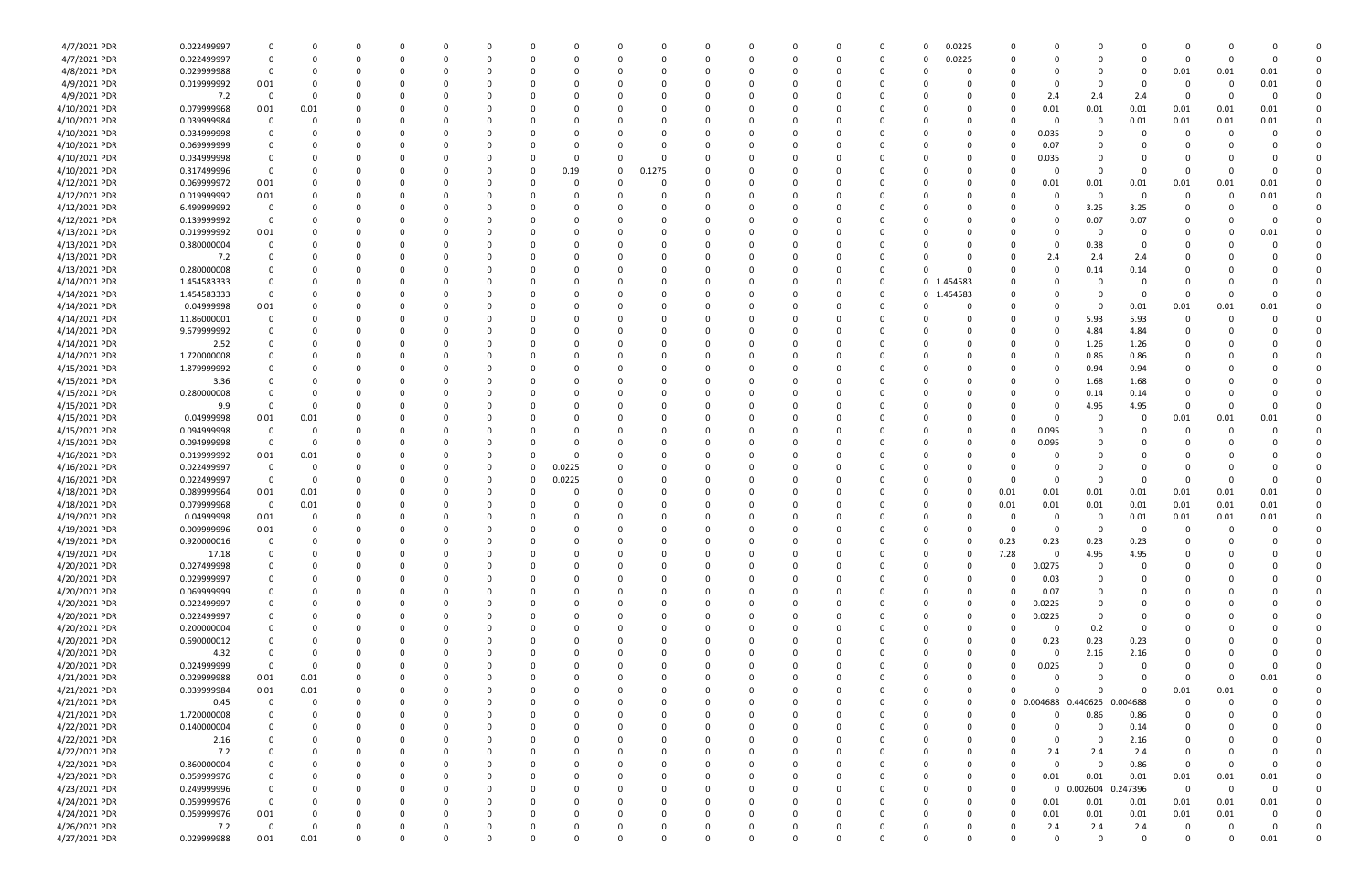| | | | | | | | | | | | | | | | | | | | | | | | | | | |
|---|---|---|---|---|---|---|---|---|---|---|---|---|---|---|---|---|---|---|---|---|---|---|---|---|---|---|
| 4/7/2021 PDR | 0.022499997 | 0 | 0 | 0 | 0 | 0 | 0 | 0 | 0 | 0 | 0 | 0 | 0 | 0 | 0 | 0 | 0 | 0.0225 | 0 | 0 | 0 | 0 | 0 | 0 | 0 | 0 |
| 4/7/2021 PDR | 0.022499997 | 0 | 0 | 0 | 0 | 0 | 0 | 0 | 0 | 0 | 0 | 0 | 0 | 0 | 0 | 0 | 0 | 0.0225 | 0 | 0 | 0 | 0 | 0 | 0 | 0 | 0 |
| 4/8/2021 PDR | 0.029999988 | 0 | 0 | 0 | 0 | 0 | 0 | 0 | 0 | 0 | 0 | 0 | 0 | 0 | 0 | 0 | 0 | 0 | 0 | 0 | 0 | 0 | 0.01 | 0.01 | 0.01 | 0 |
| 4/9/2021 PDR | 0.019999992 | 0.01 | 0 | 0 | 0 | 0 | 0 | 0 | 0 | 0 | 0 | 0 | 0 | 0 | 0 | 0 | 0 | 0 | 0 | 0 | 0 | 0 | 0 | 0 | 0.01 | 0 |
| 4/9/2021 PDR | 7.2 | 0 | 0 | 0 | 0 | 0 | 0 | 0 | 0 | 0 | 0 | 0 | 0 | 0 | 0 | 0 | 0 | 0 | 0 | 2.4 | 2.4 | 2.4 | 0 | 0 | 0 | 0 |
| 4/10/2021 PDR | 0.079999968 | 0.01 | 0.01 | 0 | 0 | 0 | 0 | 0 | 0 | 0 | 0 | 0 | 0 | 0 | 0 | 0 | 0 | 0 | 0 | 0.01 | 0.01 | 0.01 | 0.01 | 0.01 | 0.01 | 0 |
| 4/10/2021 PDR | 0.039999984 | 0 | 0 | 0 | 0 | 0 | 0 | 0 | 0 | 0 | 0 | 0 | 0 | 0 | 0 | 0 | 0 | 0 | 0 | 0 | 0 | 0.01 | 0.01 | 0.01 | 0.01 | 0 |
| 4/10/2021 PDR | 0.034999998 | 0 | 0 | 0 | 0 | 0 | 0 | 0 | 0 | 0 | 0 | 0 | 0 | 0 | 0 | 0 | 0 | 0 | 0 | 0.035 | 0 | 0 | 0 | 0 | 0 | 0 |
| 4/10/2021 PDR | 0.069999999 | 0 | 0 | 0 | 0 | 0 | 0 | 0 | 0 | 0 | 0 | 0 | 0 | 0 | 0 | 0 | 0 | 0 | 0 | 0.07 | 0 | 0 | 0 | 0 | 0 | 0 |
| 4/10/2021 PDR | 0.034999998 | 0 | 0 | 0 | 0 | 0 | 0 | 0 | 0 | 0 | 0 | 0 | 0 | 0 | 0 | 0 | 0 | 0 | 0 | 0.035 | 0 | 0 | 0 | 0 | 0 | 0 |
| 4/10/2021 PDR | 0.317499996 | 0 | 0 | 0 | 0 | 0 | 0 | 0 | 0.19 | 0 | 0.1275 | 0 | 0 | 0 | 0 | 0 | 0 | 0 | 0 | 0 | 0 | 0 | 0 | 0 | 0 | 0 |
| 4/12/2021 PDR | 0.069999972 | 0.01 | 0 | 0 | 0 | 0 | 0 | 0 | 0 | 0 | 0 | 0 | 0 | 0 | 0 | 0 | 0 | 0 | 0 | 0.01 | 0.01 | 0.01 | 0.01 | 0.01 | 0.01 | 0 |
| 4/12/2021 PDR | 0.019999992 | 0.01 | 0 | 0 | 0 | 0 | 0 | 0 | 0 | 0 | 0 | 0 | 0 | 0 | 0 | 0 | 0 | 0 | 0 | 0 | 0 | 0 | 0 | 0 | 0.01 | 0 |
| 4/12/2021 PDR | 6.499999992 | 0 | 0 | 0 | 0 | 0 | 0 | 0 | 0 | 0 | 0 | 0 | 0 | 0 | 0 | 0 | 0 | 0 | 0 | 0 | 3.25 | 3.25 | 0 | 0 | 0 | 0 |
| 4/12/2021 PDR | 0.139999992 | 0 | 0 | 0 | 0 | 0 | 0 | 0 | 0 | 0 | 0 | 0 | 0 | 0 | 0 | 0 | 0 | 0 | 0 | 0 | 0.07 | 0.07 | 0 | 0 | 0 | 0 |
| 4/13/2021 PDR | 0.019999992 | 0.01 | 0 | 0 | 0 | 0 | 0 | 0 | 0 | 0 | 0 | 0 | 0 | 0 | 0 | 0 | 0 | 0 | 0 | 0 | 0 | 0 | 0 | 0 | 0.01 | 0 |
| 4/13/2021 PDR | 0.380000004 | 0 | 0 | 0 | 0 | 0 | 0 | 0 | 0 | 0 | 0 | 0 | 0 | 0 | 0 | 0 | 0 | 0 | 0 | 0 | 0.38 | 0 | 0 | 0 | 0 | 0 |
| 4/13/2021 PDR | 7.2 | 0 | 0 | 0 | 0 | 0 | 0 | 0 | 0 | 0 | 0 | 0 | 0 | 0 | 0 | 0 | 0 | 0 | 0 | 2.4 | 2.4 | 2.4 | 0 | 0 | 0 | 0 |
| 4/13/2021 PDR | 0.280000008 | 0 | 0 | 0 | 0 | 0 | 0 | 0 | 0 | 0 | 0 | 0 | 0 | 0 | 0 | 0 | 0 | 0 | 0 | 0 | 0.14 | 0.14 | 0 | 0 | 0 | 0 |
| 4/14/2021 PDR | 1.454583333 | 0 | 0 | 0 | 0 | 0 | 0 | 0 | 0 | 0 | 0 | 0 | 0 | 0 | 0 | 0 | 0 | 1.454583 | 0 | 0 | 0 | 0 | 0 | 0 | 0 | 0 |
| 4/14/2021 PDR | 1.454583333 | 0 | 0 | 0 | 0 | 0 | 0 | 0 | 0 | 0 | 0 | 0 | 0 | 0 | 0 | 0 | 0 | 1.454583 | 0 | 0 | 0 | 0 | 0 | 0 | 0 | 0 |
| 4/14/2021 PDR | 0.04999998 | 0.01 | 0 | 0 | 0 | 0 | 0 | 0 | 0 | 0 | 0 | 0 | 0 | 0 | 0 | 0 | 0 | 0 | 0 | 0 | 0 | 0.01 | 0.01 | 0.01 | 0.01 | 0 |
| 4/14/2021 PDR | 11.86000001 | 0 | 0 | 0 | 0 | 0 | 0 | 0 | 0 | 0 | 0 | 0 | 0 | 0 | 0 | 0 | 0 | 0 | 0 | 0 | 5.93 | 5.93 | 0 | 0 | 0 | 0 |
| 4/14/2021 PDR | 9.679999992 | 0 | 0 | 0 | 0 | 0 | 0 | 0 | 0 | 0 | 0 | 0 | 0 | 0 | 0 | 0 | 0 | 0 | 0 | 0 | 4.84 | 4.84 | 0 | 0 | 0 | 0 |
| 4/14/2021 PDR | 2.52 | 0 | 0 | 0 | 0 | 0 | 0 | 0 | 0 | 0 | 0 | 0 | 0 | 0 | 0 | 0 | 0 | 0 | 0 | 0 | 1.26 | 1.26 | 0 | 0 | 0 | 0 |
| 4/14/2021 PDR | 1.720000008 | 0 | 0 | 0 | 0 | 0 | 0 | 0 | 0 | 0 | 0 | 0 | 0 | 0 | 0 | 0 | 0 | 0 | 0 | 0 | 0.86 | 0.86 | 0 | 0 | 0 | 0 |
| 4/15/2021 PDR | 1.879999992 | 0 | 0 | 0 | 0 | 0 | 0 | 0 | 0 | 0 | 0 | 0 | 0 | 0 | 0 | 0 | 0 | 0 | 0 | 0 | 0.94 | 0.94 | 0 | 0 | 0 | 0 |
| 4/15/2021 PDR | 3.36 | 0 | 0 | 0 | 0 | 0 | 0 | 0 | 0 | 0 | 0 | 0 | 0 | 0 | 0 | 0 | 0 | 0 | 0 | 0 | 1.68 | 1.68 | 0 | 0 | 0 | 0 |
| 4/15/2021 PDR | 0.280000008 | 0 | 0 | 0 | 0 | 0 | 0 | 0 | 0 | 0 | 0 | 0 | 0 | 0 | 0 | 0 | 0 | 0 | 0 | 0 | 0.14 | 0.14 | 0 | 0 | 0 | 0 |
| 4/15/2021 PDR | 9.9 | 0 | 0 | 0 | 0 | 0 | 0 | 0 | 0 | 0 | 0 | 0 | 0 | 0 | 0 | 0 | 0 | 0 | 0 | 0 | 4.95 | 4.95 | 0 | 0 | 0 | 0 |
| 4/15/2021 PDR | 0.04999998 | 0.01 | 0.01 | 0 | 0 | 0 | 0 | 0 | 0 | 0 | 0 | 0 | 0 | 0 | 0 | 0 | 0 | 0 | 0 | 0 | 0 | 0 | 0.01 | 0.01 | 0.01 | 0 |
| 4/15/2021 PDR | 0.094999998 | 0 | 0 | 0 | 0 | 0 | 0 | 0 | 0 | 0 | 0 | 0 | 0 | 0 | 0 | 0 | 0 | 0 | 0 | 0.095 | 0 | 0 | 0 | 0 | 0 | 0 |
| 4/15/2021 PDR | 0.094999998 | 0 | 0 | 0 | 0 | 0 | 0 | 0 | 0 | 0 | 0 | 0 | 0 | 0 | 0 | 0 | 0 | 0 | 0 | 0.095 | 0 | 0 | 0 | 0 | 0 | 0 |
| 4/16/2021 PDR | 0.019999992 | 0.01 | 0.01 | 0 | 0 | 0 | 0 | 0 | 0 | 0 | 0 | 0 | 0 | 0 | 0 | 0 | 0 | 0 | 0 | 0 | 0 | 0 | 0 | 0 | 0 | 0 |
| 4/16/2021 PDR | 0.022499997 | 0 | 0 | 0 | 0 | 0 | 0 | 0 | 0.0225 | 0 | 0 | 0 | 0 | 0 | 0 | 0 | 0 | 0 | 0 | 0 | 0 | 0 | 0 | 0 | 0 | 0 |
| 4/16/2021 PDR | 0.022499997 | 0 | 0 | 0 | 0 | 0 | 0 | 0 | 0.0225 | 0 | 0 | 0 | 0 | 0 | 0 | 0 | 0 | 0 | 0 | 0 | 0 | 0 | 0 | 0 | 0 | 0 |
| 4/18/2021 PDR | 0.089999964 | 0.01 | 0.01 | 0 | 0 | 0 | 0 | 0 | 0 | 0 | 0 | 0 | 0 | 0 | 0 | 0 | 0 | 0 | 0.01 | 0.01 | 0.01 | 0.01 | 0.01 | 0.01 | 0.01 | 0 |
| 4/18/2021 PDR | 0.079999968 | 0 | 0.01 | 0 | 0 | 0 | 0 | 0 | 0 | 0 | 0 | 0 | 0 | 0 | 0 | 0 | 0 | 0 | 0.01 | 0.01 | 0.01 | 0.01 | 0.01 | 0.01 | 0.01 | 0 |
| 4/19/2021 PDR | 0.04999998 | 0.01 | 0 | 0 | 0 | 0 | 0 | 0 | 0 | 0 | 0 | 0 | 0 | 0 | 0 | 0 | 0 | 0 | 0 | 0 | 0 | 0.01 | 0.01 | 0.01 | 0.01 | 0 |
| 4/19/2021 PDR | 0.009999996 | 0.01 | 0 | 0 | 0 | 0 | 0 | 0 | 0 | 0 | 0 | 0 | 0 | 0 | 0 | 0 | 0 | 0 | 0 | 0 | 0 | 0 | 0 | 0 | 0 | 0 |
| 4/19/2021 PDR | 0.920000016 | 0 | 0 | 0 | 0 | 0 | 0 | 0 | 0 | 0 | 0 | 0 | 0 | 0 | 0 | 0 | 0 | 0 | 0.23 | 0.23 | 0.23 | 0.23 | 0 | 0 | 0 | 0 |
| 4/19/2021 PDR | 17.18 | 0 | 0 | 0 | 0 | 0 | 0 | 0 | 0 | 0 | 0 | 0 | 0 | 0 | 0 | 0 | 0 | 0 | 7.28 | 0 | 4.95 | 4.95 | 0 | 0 | 0 | 0 |
| 4/20/2021 PDR | 0.027499998 | 0 | 0 | 0 | 0 | 0 | 0 | 0 | 0 | 0 | 0 | 0 | 0 | 0 | 0 | 0 | 0 | 0 | 0 | 0.0275 | 0 | 0 | 0 | 0 | 0 | 0 |
| 4/20/2021 PDR | 0.029999997 | 0 | 0 | 0 | 0 | 0 | 0 | 0 | 0 | 0 | 0 | 0 | 0 | 0 | 0 | 0 | 0 | 0 | 0 | 0.03 | 0 | 0 | 0 | 0 | 0 | 0 |
| 4/20/2021 PDR | 0.069999999 | 0 | 0 | 0 | 0 | 0 | 0 | 0 | 0 | 0 | 0 | 0 | 0 | 0 | 0 | 0 | 0 | 0 | 0 | 0.07 | 0 | 0 | 0 | 0 | 0 | 0 |
| 4/20/2021 PDR | 0.022499997 | 0 | 0 | 0 | 0 | 0 | 0 | 0 | 0 | 0 | 0 | 0 | 0 | 0 | 0 | 0 | 0 | 0 | 0 | 0.0225 | 0 | 0 | 0 | 0 | 0 | 0 |
| 4/20/2021 PDR | 0.022499997 | 0 | 0 | 0 | 0 | 0 | 0 | 0 | 0 | 0 | 0 | 0 | 0 | 0 | 0 | 0 | 0 | 0 | 0 | 0.0225 | 0 | 0 | 0 | 0 | 0 | 0 |
| 4/20/2021 PDR | 0.200000004 | 0 | 0 | 0 | 0 | 0 | 0 | 0 | 0 | 0 | 0 | 0 | 0 | 0 | 0 | 0 | 0 | 0 | 0 | 0 | 0.2 | 0 | 0 | 0 | 0 | 0 |
| 4/20/2021 PDR | 0.690000012 | 0 | 0 | 0 | 0 | 0 | 0 | 0 | 0 | 0 | 0 | 0 | 0 | 0 | 0 | 0 | 0 | 0 | 0 | 0.23 | 0.23 | 0.23 | 0 | 0 | 0 | 0 |
| 4/20/2021 PDR | 4.32 | 0 | 0 | 0 | 0 | 0 | 0 | 0 | 0 | 0 | 0 | 0 | 0 | 0 | 0 | 0 | 0 | 0 | 0 | 0 | 2.16 | 2.16 | 0 | 0 | 0 | 0 |
| 4/20/2021 PDR | 0.024999999 | 0 | 0 | 0 | 0 | 0 | 0 | 0 | 0 | 0 | 0 | 0 | 0 | 0 | 0 | 0 | 0 | 0 | 0 | 0.025 | 0 | 0 | 0 | 0 | 0 | 0 |
| 4/21/2021 PDR | 0.029999988 | 0.01 | 0.01 | 0 | 0 | 0 | 0 | 0 | 0 | 0 | 0 | 0 | 0 | 0 | 0 | 0 | 0 | 0 | 0 | 0 | 0 | 0 | 0 | 0 | 0.01 | 0 |
| 4/21/2021 PDR | 0.039999984 | 0.01 | 0.01 | 0 | 0 | 0 | 0 | 0 | 0 | 0 | 0 | 0 | 0 | 0 | 0 | 0 | 0 | 0 | 0 | 0 | 0 | 0 | 0.01 | 0.01 | 0 | 0 |
| 4/21/2021 PDR | 0.45 | 0 | 0 | 0 | 0 | 0 | 0 | 0 | 0 | 0 | 0 | 0 | 0 | 0 | 0 | 0 | 0 | 0 | 0 | 0.004688 | 0.440625 | 0.004688 | 0 | 0 | 0 | 0 |
| 4/21/2021 PDR | 1.720000008 | 0 | 0 | 0 | 0 | 0 | 0 | 0 | 0 | 0 | 0 | 0 | 0 | 0 | 0 | 0 | 0 | 0 | 0 | 0 | 0.86 | 0.86 | 0 | 0 | 0 | 0 |
| 4/22/2021 PDR | 0.140000004 | 0 | 0 | 0 | 0 | 0 | 0 | 0 | 0 | 0 | 0 | 0 | 0 | 0 | 0 | 0 | 0 | 0 | 0 | 0 | 0 | 0.14 | 0 | 0 | 0 | 0 |
| 4/22/2021 PDR | 2.16 | 0 | 0 | 0 | 0 | 0 | 0 | 0 | 0 | 0 | 0 | 0 | 0 | 0 | 0 | 0 | 0 | 0 | 0 | 0 | 0 | 2.16 | 0 | 0 | 0 | 0 |
| 4/22/2021 PDR | 7.2 | 0 | 0 | 0 | 0 | 0 | 0 | 0 | 0 | 0 | 0 | 0 | 0 | 0 | 0 | 0 | 0 | 0 | 0 | 2.4 | 2.4 | 2.4 | 0 | 0 | 0 | 0 |
| 4/22/2021 PDR | 0.860000004 | 0 | 0 | 0 | 0 | 0 | 0 | 0 | 0 | 0 | 0 | 0 | 0 | 0 | 0 | 0 | 0 | 0 | 0 | 0 | 0 | 0.86 | 0 | 0 | 0 | 0 |
| 4/23/2021 PDR | 0.059999976 | 0 | 0 | 0 | 0 | 0 | 0 | 0 | 0 | 0 | 0 | 0 | 0 | 0 | 0 | 0 | 0 | 0 | 0 | 0.01 | 0.01 | 0.01 | 0.01 | 0.01 | 0.01 | 0 |
| 4/23/2021 PDR | 0.249999996 | 0 | 0 | 0 | 0 | 0 | 0 | 0 | 0 | 0 | 0 | 0 | 0 | 0 | 0 | 0 | 0 | 0 | 0 | 0 | 0.002604 | 0.247396 | 0 | 0 | 0 | 0 |
| 4/24/2021 PDR | 0.059999976 | 0 | 0 | 0 | 0 | 0 | 0 | 0 | 0 | 0 | 0 | 0 | 0 | 0 | 0 | 0 | 0 | 0 | 0 | 0.01 | 0.01 | 0.01 | 0.01 | 0.01 | 0.01 | 0 |
| 4/24/2021 PDR | 0.059999976 | 0.01 | 0 | 0 | 0 | 0 | 0 | 0 | 0 | 0 | 0 | 0 | 0 | 0 | 0 | 0 | 0 | 0 | 0 | 0.01 | 0.01 | 0.01 | 0.01 | 0.01 | 0 | 0 |
| 4/26/2021 PDR | 7.2 | 0 | 0 | 0 | 0 | 0 | 0 | 0 | 0 | 0 | 0 | 0 | 0 | 0 | 0 | 0 | 0 | 0 | 0 | 2.4 | 2.4 | 2.4 | 0 | 0 | 0 | 0 |
| 4/27/2021 PDR | 0.029999988 | 0.01 | 0.01 | 0 | 0 | 0 | 0 | 0 | 0 | 0 | 0 | 0 | 0 | 0 | 0 | 0 | 0 | 0 | 0 | 0 | 0 | 0 | 0 | 0 | 0.01 | 0 |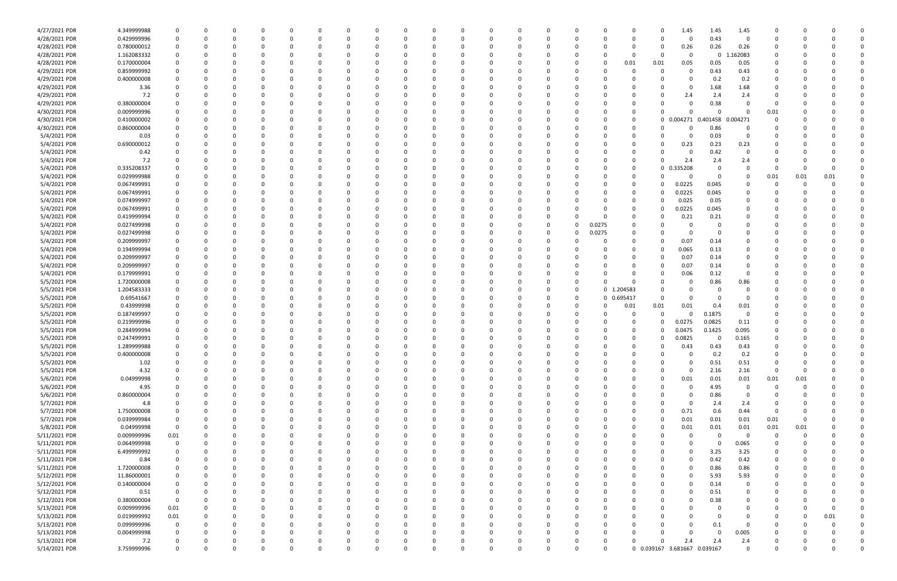| | | | | | | | | | | | | | | | | | | | | | | | | | | | | | | | |
|---|---|---|---|---|---|---|---|---|---|---|---|---|---|---|---|---|---|---|---|---|---|---|---|---|---|---|---|---|---|---|---|
| 4/27/2021 PDR | 4.349999988 | 0 | 0 | 0 | 0 | 0 | 0 | 0 | 0 | 0 | 0 | 0 | 0 | 0 | 0 | 0 | 0 | 0 | 0 | 0 | 0 | 0 | 0 | 1.45 | 1.45 | 1.45 | 0 | 0 | 0 | 0 | 0 |
| 4/28/2021 PDR | 0.429999996 | 0 | 0 | 0 | 0 | 0 | 0 | 0 | 0 | 0 | 0 | 0 | 0 | 0 | 0 | 0 | 0 | 0 | 0 | 0 | 0 | 0 | 0 | 0 | 0.43 | 0 | 0 | 0 | 0 | 0 | 0 |
| 4/28/2021 PDR | 0.780000012 | 0 | 0 | 0 | 0 | 0 | 0 | 0 | 0 | 0 | 0 | 0 | 0 | 0 | 0 | 0 | 0 | 0 | 0 | 0 | 0 | 0 | 0 | 0.26 | 0.26 | 0.26 | 0 | 0 | 0 | 0 | 0 |
| 4/28/2021 PDR | 1.162083332 | 0 | 0 | 0 | 0 | 0 | 0 | 0 | 0 | 0 | 0 | 0 | 0 | 0 | 0 | 0 | 0 | 0 | 0 | 0 | 0 | 0 | 0 | 0 | 0 | 1.162083 | 0 | 0 | 0 | 0 | 0 |
| 4/28/2021 PDR | 0.170000004 | 0 | 0 | 0 | 0 | 0 | 0 | 0 | 0 | 0 | 0 | 0 | 0 | 0 | 0 | 0 | 0 | 0 | 0 | 0 | 0 | 0.01 | 0.01 | 0.05 | 0.05 | 0.05 | 0 | 0 | 0 | 0 | 0 |
| 4/29/2021 PDR | 0.859999992 | 0 | 0 | 0 | 0 | 0 | 0 | 0 | 0 | 0 | 0 | 0 | 0 | 0 | 0 | 0 | 0 | 0 | 0 | 0 | 0 | 0 | 0 | 0 | 0.43 | 0.43 | 0 | 0 | 0 | 0 | 0 |
| 4/29/2021 PDR | 0.400000008 | 0 | 0 | 0 | 0 | 0 | 0 | 0 | 0 | 0 | 0 | 0 | 0 | 0 | 0 | 0 | 0 | 0 | 0 | 0 | 0 | 0 | 0 | 0 | 0.2 | 0.2 | 0 | 0 | 0 | 0 | 0 |
| 4/29/2021 PDR | 3.36 | 0 | 0 | 0 | 0 | 0 | 0 | 0 | 0 | 0 | 0 | 0 | 0 | 0 | 0 | 0 | 0 | 0 | 0 | 0 | 0 | 0 | 0 | 0 | 1.68 | 1.68 | 0 | 0 | 0 | 0 | 0 |
| 4/29/2021 PDR | 7.2 | 0 | 0 | 0 | 0 | 0 | 0 | 0 | 0 | 0 | 0 | 0 | 0 | 0 | 0 | 0 | 0 | 0 | 0 | 0 | 0 | 0 | 0 | 2.4 | 2.4 | 2.4 | 0 | 0 | 0 | 0 | 0 |
| 4/29/2021 PDR | 0.380000004 | 0 | 0 | 0 | 0 | 0 | 0 | 0 | 0 | 0 | 0 | 0 | 0 | 0 | 0 | 0 | 0 | 0 | 0 | 0 | 0 | 0 | 0 | 0 | 0.38 | 0 | 0 | 0 | 0 | 0 | 0 |
| 4/30/2021 PDR | 0.009999996 | 0 | 0 | 0 | 0 | 0 | 0 | 0 | 0 | 0 | 0 | 0 | 0 | 0 | 0 | 0 | 0 | 0 | 0 | 0 | 0 | 0 | 0 | 0 | 0 | 0 | 0.01 | 0 | 0 | 0 | 0 |
| 4/30/2021 PDR | 0.410000002 | 0 | 0 | 0 | 0 | 0 | 0 | 0 | 0 | 0 | 0 | 0 | 0 | 0 | 0 | 0 | 0 | 0 | 0 | 0 | 0 | 0 | 0 | 0.004271 | 0.401458 | 0.004271 | 0 | 0 | 0 | 0 | 0 |
| 4/30/2021 PDR | 0.860000004 | 0 | 0 | 0 | 0 | 0 | 0 | 0 | 0 | 0 | 0 | 0 | 0 | 0 | 0 | 0 | 0 | 0 | 0 | 0 | 0 | 0 | 0 | 0 | 0.86 | 0 | 0 | 0 | 0 | 0 | 0 |
| 5/4/2021 PDR | 0.03 | 0 | 0 | 0 | 0 | 0 | 0 | 0 | 0 | 0 | 0 | 0 | 0 | 0 | 0 | 0 | 0 | 0 | 0 | 0 | 0 | 0 | 0 | 0 | 0.03 | 0 | 0 | 0 | 0 | 0 | 0 |
| 5/4/2021 PDR | 0.690000012 | 0 | 0 | 0 | 0 | 0 | 0 | 0 | 0 | 0 | 0 | 0 | 0 | 0 | 0 | 0 | 0 | 0 | 0 | 0 | 0 | 0 | 0 | 0.23 | 0.23 | 0.23 | 0 | 0 | 0 | 0 | 0 |
| 5/4/2021 PDR | 0.42 | 0 | 0 | 0 | 0 | 0 | 0 | 0 | 0 | 0 | 0 | 0 | 0 | 0 | 0 | 0 | 0 | 0 | 0 | 0 | 0 | 0 | 0 | 0 | 0.42 | 0 | 0 | 0 | 0 | 0 | 0 |
| 5/4/2021 PDR | 7.2 | 0 | 0 | 0 | 0 | 0 | 0 | 0 | 0 | 0 | 0 | 0 | 0 | 0 | 0 | 0 | 0 | 0 | 0 | 0 | 0 | 0 | 0 | 2.4 | 2.4 | 2.4 | 0 | 0 | 0 | 0 | 0 |
| 5/4/2021 PDR | 0.335208337 | 0 | 0 | 0 | 0 | 0 | 0 | 0 | 0 | 0 | 0 | 0 | 0 | 0 | 0 | 0 | 0 | 0 | 0 | 0 | 0 | 0 | 0 | 0.335208 | 0 | 0 | 0 | 0 | 0 | 0 | 0 |
| 5/4/2021 PDR | 0.029999988 | 0 | 0 | 0 | 0 | 0 | 0 | 0 | 0 | 0 | 0 | 0 | 0 | 0 | 0 | 0 | 0 | 0 | 0 | 0 | 0 | 0 | 0 | 0 | 0 | 0 | 0.01 | 0.01 | 0.01 | 0 | 0 |
| 5/4/2021 PDR | 0.067499991 | 0 | 0 | 0 | 0 | 0 | 0 | 0 | 0 | 0 | 0 | 0 | 0 | 0 | 0 | 0 | 0 | 0 | 0 | 0 | 0 | 0 | 0 | 0.0225 | 0.045 | 0 | 0 | 0 | 0 | 0 | 0 |
| 5/4/2021 PDR | 0.067499991 | 0 | 0 | 0 | 0 | 0 | 0 | 0 | 0 | 0 | 0 | 0 | 0 | 0 | 0 | 0 | 0 | 0 | 0 | 0 | 0 | 0 | 0 | 0.0225 | 0.045 | 0 | 0 | 0 | 0 | 0 | 0 |
| 5/4/2021 PDR | 0.074999997 | 0 | 0 | 0 | 0 | 0 | 0 | 0 | 0 | 0 | 0 | 0 | 0 | 0 | 0 | 0 | 0 | 0 | 0 | 0 | 0 | 0 | 0 | 0.025 | 0.05 | 0 | 0 | 0 | 0 | 0 | 0 |
| 5/4/2021 PDR | 0.067499991 | 0 | 0 | 0 | 0 | 0 | 0 | 0 | 0 | 0 | 0 | 0 | 0 | 0 | 0 | 0 | 0 | 0 | 0 | 0 | 0 | 0 | 0 | 0.0225 | 0.045 | 0 | 0 | 0 | 0 | 0 | 0 |
| 5/4/2021 PDR | 0.419999994 | 0 | 0 | 0 | 0 | 0 | 0 | 0 | 0 | 0 | 0 | 0 | 0 | 0 | 0 | 0 | 0 | 0 | 0 | 0 | 0 | 0 | 0 | 0.21 | 0.21 | 0 | 0 | 0 | 0 | 0 | 0 |
| 5/4/2021 PDR | 0.027499998 | 0 | 0 | 0 | 0 | 0 | 0 | 0 | 0 | 0 | 0 | 0 | 0 | 0 | 0 | 0 | 0 | 0 | 0 | 0 | 0.0275 | 0 | 0 | 0 | 0 | 0 | 0 | 0 | 0 | 0 | 0 |
| 5/4/2021 PDR | 0.027499998 | 0 | 0 | 0 | 0 | 0 | 0 | 0 | 0 | 0 | 0 | 0 | 0 | 0 | 0 | 0 | 0 | 0 | 0 | 0 | 0.0275 | 0 | 0 | 0 | 0 | 0 | 0 | 0 | 0 | 0 | 0 |
| 5/4/2021 PDR | 0.209999997 | 0 | 0 | 0 | 0 | 0 | 0 | 0 | 0 | 0 | 0 | 0 | 0 | 0 | 0 | 0 | 0 | 0 | 0 | 0 | 0 | 0 | 0 | 0.07 | 0.14 | 0 | 0 | 0 | 0 | 0 | 0 |
| 5/4/2021 PDR | 0.194999994 | 0 | 0 | 0 | 0 | 0 | 0 | 0 | 0 | 0 | 0 | 0 | 0 | 0 | 0 | 0 | 0 | 0 | 0 | 0 | 0 | 0 | 0 | 0.065 | 0.13 | 0 | 0 | 0 | 0 | 0 | 0 |
| 5/4/2021 PDR | 0.209999997 | 0 | 0 | 0 | 0 | 0 | 0 | 0 | 0 | 0 | 0 | 0 | 0 | 0 | 0 | 0 | 0 | 0 | 0 | 0 | 0 | 0 | 0 | 0.07 | 0.14 | 0 | 0 | 0 | 0 | 0 | 0 |
| 5/4/2021 PDR | 0.209999997 | 0 | 0 | 0 | 0 | 0 | 0 | 0 | 0 | 0 | 0 | 0 | 0 | 0 | 0 | 0 | 0 | 0 | 0 | 0 | 0 | 0 | 0 | 0.07 | 0.14 | 0 | 0 | 0 | 0 | 0 | 0 |
| 5/4/2021 PDR | 0.179999991 | 0 | 0 | 0 | 0 | 0 | 0 | 0 | 0 | 0 | 0 | 0 | 0 | 0 | 0 | 0 | 0 | 0 | 0 | 0 | 0 | 0 | 0 | 0.06 | 0.12 | 0 | 0 | 0 | 0 | 0 | 0 |
| 5/5/2021 PDR | 1.720000008 | 0 | 0 | 0 | 0 | 0 | 0 | 0 | 0 | 0 | 0 | 0 | 0 | 0 | 0 | 0 | 0 | 0 | 0 | 0 | 0 | 0 | 0 | 0 | 0.86 | 0.86 | 0 | 0 | 0 | 0 | 0 |
| 5/5/2021 PDR | 1.204583333 | 0 | 0 | 0 | 0 | 0 | 0 | 0 | 0 | 0 | 0 | 0 | 0 | 0 | 0 | 0 | 0 | 0 | 0 | 0 | 0 | 1.204583 | 0 | 0 | 0 | 0 | 0 | 0 | 0 | 0 | 0 |
| 5/5/2021 PDR | 0.69541667 | 0 | 0 | 0 | 0 | 0 | 0 | 0 | 0 | 0 | 0 | 0 | 0 | 0 | 0 | 0 | 0 | 0 | 0 | 0 | 0 | 0.695417 | 0 | 0 | 0 | 0 | 0 | 0 | 0 | 0 | 0 |
| 5/5/2021 PDR | 0.43999998 | 0 | 0 | 0 | 0 | 0 | 0 | 0 | 0 | 0 | 0 | 0 | 0 | 0 | 0 | 0 | 0 | 0 | 0 | 0 | 0 | 0.01 | 0.01 | 0.01 | 0.4 | 0.01 | 0 | 0 | 0 | 0 | 0 |
| 5/5/2021 PDR | 0.187499997 | 0 | 0 | 0 | 0 | 0 | 0 | 0 | 0 | 0 | 0 | 0 | 0 | 0 | 0 | 0 | 0 | 0 | 0 | 0 | 0 | 0 | 0 | 0 | 0.1875 | 0 | 0 | 0 | 0 | 0 | 0 |
| 5/5/2021 PDR | 0.219999996 | 0 | 0 | 0 | 0 | 0 | 0 | 0 | 0 | 0 | 0 | 0 | 0 | 0 | 0 | 0 | 0 | 0 | 0 | 0 | 0 | 0 | 0 | 0.0275 | 0.0825 | 0.11 | 0 | 0 | 0 | 0 | 0 |
| 5/5/2021 PDR | 0.284999994 | 0 | 0 | 0 | 0 | 0 | 0 | 0 | 0 | 0 | 0 | 0 | 0 | 0 | 0 | 0 | 0 | 0 | 0 | 0 | 0 | 0 | 0 | 0.0475 | 0.1425 | 0.095 | 0 | 0 | 0 | 0 | 0 |
| 5/5/2021 PDR | 0.247499991 | 0 | 0 | 0 | 0 | 0 | 0 | 0 | 0 | 0 | 0 | 0 | 0 | 0 | 0 | 0 | 0 | 0 | 0 | 0 | 0 | 0 | 0 | 0.0825 | 0 | 0.165 | 0 | 0 | 0 | 0 | 0 |
| 5/5/2021 PDR | 1.289999988 | 0 | 0 | 0 | 0 | 0 | 0 | 0 | 0 | 0 | 0 | 0 | 0 | 0 | 0 | 0 | 0 | 0 | 0 | 0 | 0 | 0 | 0 | 0.43 | 0.43 | 0.43 | 0 | 0 | 0 | 0 | 0 |
| 5/5/2021 PDR | 0.400000008 | 0 | 0 | 0 | 0 | 0 | 0 | 0 | 0 | 0 | 0 | 0 | 0 | 0 | 0 | 0 | 0 | 0 | 0 | 0 | 0 | 0 | 0 | 0 | 0.2 | 0.2 | 0 | 0 | 0 | 0 | 0 |
| 5/5/2021 PDR | 1.02 | 0 | 0 | 0 | 0 | 0 | 0 | 0 | 0 | 0 | 0 | 0 | 0 | 0 | 0 | 0 | 0 | 0 | 0 | 0 | 0 | 0 | 0 | 0 | 0.51 | 0.51 | 0 | 0 | 0 | 0 | 0 |
| 5/5/2021 PDR | 4.32 | 0 | 0 | 0 | 0 | 0 | 0 | 0 | 0 | 0 | 0 | 0 | 0 | 0 | 0 | 0 | 0 | 0 | 0 | 0 | 0 | 0 | 0 | 0 | 2.16 | 2.16 | 0 | 0 | 0 | 0 | 0 |
| 5/6/2021 PDR | 0.04999998 | 0 | 0 | 0 | 0 | 0 | 0 | 0 | 0 | 0 | 0 | 0 | 0 | 0 | 0 | 0 | 0 | 0 | 0 | 0 | 0 | 0 | 0 | 0.01 | 0.01 | 0.01 | 0.01 | 0.01 | 0 | 0 | 0 |
| 5/6/2021 PDR | 4.95 | 0 | 0 | 0 | 0 | 0 | 0 | 0 | 0 | 0 | 0 | 0 | 0 | 0 | 0 | 0 | 0 | 0 | 0 | 0 | 0 | 0 | 0 | 0 | 4.95 | 0 | 0 | 0 | 0 | 0 | 0 |
| 5/6/2021 PDR | 0.860000004 | 0 | 0 | 0 | 0 | 0 | 0 | 0 | 0 | 0 | 0 | 0 | 0 | 0 | 0 | 0 | 0 | 0 | 0 | 0 | 0 | 0 | 0 | 0 | 0.86 | 0 | 0 | 0 | 0 | 0 | 0 |
| 5/7/2021 PDR | 4.8 | 0 | 0 | 0 | 0 | 0 | 0 | 0 | 0 | 0 | 0 | 0 | 0 | 0 | 0 | 0 | 0 | 0 | 0 | 0 | 0 | 0 | 0 | 0 | 2.4 | 2.4 | 0 | 0 | 0 | 0 | 0 |
| 5/7/2021 PDR | 1.750000008 | 0 | 0 | 0 | 0 | 0 | 0 | 0 | 0 | 0 | 0 | 0 | 0 | 0 | 0 | 0 | 0 | 0 | 0 | 0 | 0 | 0 | 0 | 0.71 | 0.6 | 0.44 | 0 | 0 | 0 | 0 | 0 |
| 5/7/2021 PDR | 0.039999984 | 0 | 0 | 0 | 0 | 0 | 0 | 0 | 0 | 0 | 0 | 0 | 0 | 0 | 0 | 0 | 0 | 0 | 0 | 0 | 0 | 0 | 0 | 0.01 | 0.01 | 0.01 | 0.01 | 0 | 0 | 0 | 0 |
| 5/8/2021 PDR | 0.04999998 | 0 | 0 | 0 | 0 | 0 | 0 | 0 | 0 | 0 | 0 | 0 | 0 | 0 | 0 | 0 | 0 | 0 | 0 | 0 | 0 | 0 | 0 | 0.01 | 0.01 | 0.01 | 0.01 | 0.01 | 0 | 0 | 0 |
| 5/11/2021 PDR | 0.009999996 | 0.01 | 0 | 0 | 0 | 0 | 0 | 0 | 0 | 0 | 0 | 0 | 0 | 0 | 0 | 0 | 0 | 0 | 0 | 0 | 0 | 0 | 0 | 0 | 0 | 0 | 0 | 0 | 0 | 0 | 0 |
| 5/11/2021 PDR | 0.06499998 | 0 | 0 | 0 | 0 | 0 | 0 | 0 | 0 | 0 | 0 | 0 | 0 | 0 | 0 | 0 | 0 | 0 | 0 | 0 | 0 | 0 | 0 | 0 | 0 | 0.065 | 0 | 0 | 0 | 0 | 0 |
| 5/11/2021 PDR | 6.499999992 | 0 | 0 | 0 | 0 | 0 | 0 | 0 | 0 | 0 | 0 | 0 | 0 | 0 | 0 | 0 | 0 | 0 | 0 | 0 | 0 | 0 | 0 | 0 | 3.25 | 3.25 | 0 | 0 | 0 | 0 | 0 |
| 5/11/2021 PDR | 0.84 | 0 | 0 | 0 | 0 | 0 | 0 | 0 | 0 | 0 | 0 | 0 | 0 | 0 | 0 | 0 | 0 | 0 | 0 | 0 | 0 | 0 | 0 | 0 | 0.42 | 0.42 | 0 | 0 | 0 | 0 | 0 |
| 5/11/2021 PDR | 1.720000008 | 0 | 0 | 0 | 0 | 0 | 0 | 0 | 0 | 0 | 0 | 0 | 0 | 0 | 0 | 0 | 0 | 0 | 0 | 0 | 0 | 0 | 0 | 0 | 0.86 | 0.86 | 0 | 0 | 0 | 0 | 0 |
| 5/12/2021 PDR | 11.86000001 | 0 | 0 | 0 | 0 | 0 | 0 | 0 | 0 | 0 | 0 | 0 | 0 | 0 | 0 | 0 | 0 | 0 | 0 | 0 | 0 | 0 | 0 | 0 | 5.93 | 5.93 | 0 | 0 | 0 | 0 | 0 |
| 5/12/2021 PDR | 0.140000004 | 0 | 0 | 0 | 0 | 0 | 0 | 0 | 0 | 0 | 0 | 0 | 0 | 0 | 0 | 0 | 0 | 0 | 0 | 0 | 0 | 0 | 0 | 0 | 0.14 | 0 | 0 | 0 | 0 | 0 | 0 |
| 5/12/2021 PDR | 0.51 | 0 | 0 | 0 | 0 | 0 | 0 | 0 | 0 | 0 | 0 | 0 | 0 | 0 | 0 | 0 | 0 | 0 | 0 | 0 | 0 | 0 | 0 | 0 | 0.51 | 0 | 0 | 0 | 0 | 0 | 0 |
| 5/12/2021 PDR | 0.380000004 | 0 | 0 | 0 | 0 | 0 | 0 | 0 | 0 | 0 | 0 | 0 | 0 | 0 | 0 | 0 | 0 | 0 | 0 | 0 | 0 | 0 | 0 | 0 | 0.38 | 0 | 0 | 0 | 0 | 0 | 0 |
| 5/13/2021 PDR | 0.009999996 | 0.01 | 0 | 0 | 0 | 0 | 0 | 0 | 0 | 0 | 0 | 0 | 0 | 0 | 0 | 0 | 0 | 0 | 0 | 0 | 0 | 0 | 0 | 0 | 0 | 0 | 0 | 0 | 0 | 0 | 0 |
| 5/13/2021 PDR | 0.019999992 | 0.01 | 0 | 0 | 0 | 0 | 0 | 0 | 0 | 0 | 0 | 0 | 0 | 0 | 0 | 0 | 0 | 0 | 0 | 0 | 0 | 0 | 0 | 0 | 0 | 0 | 0 | 0 | 0 | 0.01 | 0 |
| 5/13/2021 PDR | 0.099999996 | 0 | 0 | 0 | 0 | 0 | 0 | 0 | 0 | 0 | 0 | 0 | 0 | 0 | 0 | 0 | 0 | 0 | 0 | 0 | 0 | 0 | 0 | 0 | 0.1 | 0 | 0 | 0 | 0 | 0 | 0 |
| 5/13/2021 PDR | 0.004999998 | 0 | 0 | 0 | 0 | 0 | 0 | 0 | 0 | 0 | 0 | 0 | 0 | 0 | 0 | 0 | 0 | 0 | 0 | 0 | 0 | 0 | 0 | 0 | 0 | 0.005 | 0 | 0 | 0 | 0 | 0 |
| 5/13/2021 PDR | 7.2 | 0 | 0 | 0 | 0 | 0 | 0 | 0 | 0 | 0 | 0 | 0 | 0 | 0 | 0 | 0 | 0 | 0 | 0 | 0 | 0 | 0 | 0 | 2.4 | 2.4 | 2.4 | 0 | 0 | 0 | 0 | 0 |
| 5/14/2021 PDR | 3.759999996 | 0 | 0 | 0 | 0 | 0 | 0 | 0 | 0 | 0 | 0 | 0 | 0 | 0 | 0 | 0 | 0 | 0 | 0 | 0 | 0 | 0 | 0.039167 | 3.681667 | 0.039167 | 0 | 0 | 0 | 0 | 0 | 0 |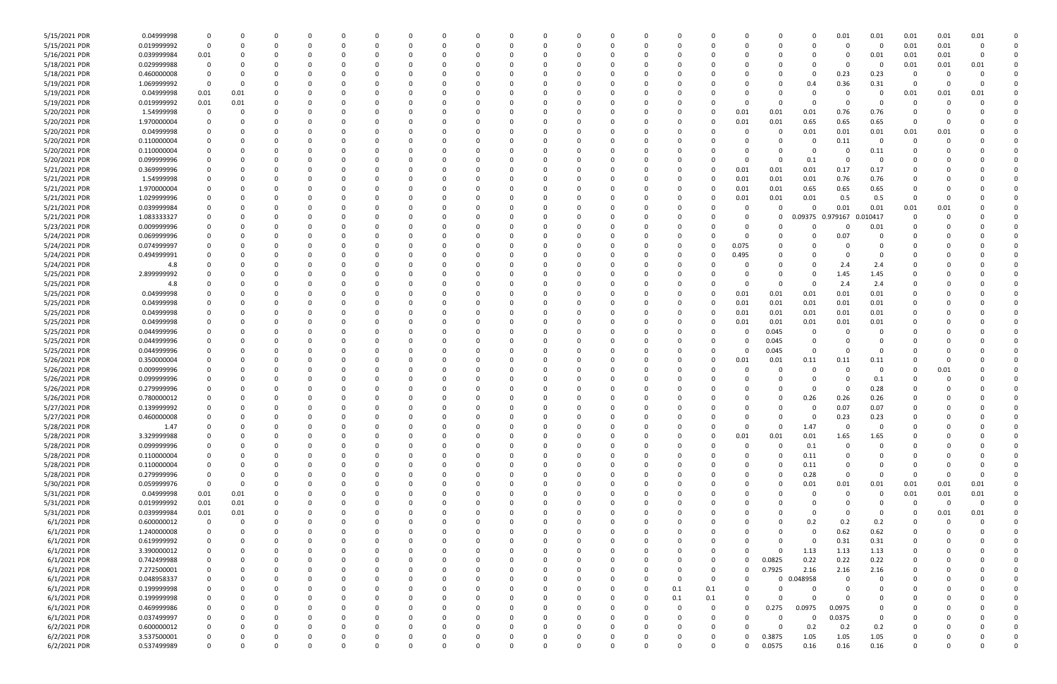| 5/15/2021 PDR | 0.04999998 | 0 | 0 | 0 | 0 | 0 | 0 | 0 | 0 | 0 | 0 | 0 | 0 | 0 | 0 | 0 | 0 | 0 | 0 | 0 | 0 | 0.01 | 0.01 | 0.01 | 0.01 | 0.01 | 0 |
|---|---|---|---|---|---|---|---|---|---|---|---|---|---|---|---|---|---|---|---|---|---|---|---|---|---|---|---|
| 5/15/2021 PDR | 0.019999992 | 0 | 0 | 0 | 0 | 0 | 0 | 0 | 0 | 0 | 0 | 0 | 0 | 0 | 0 | 0 | 0 | 0 | 0 | 0 | 0 | 0 | 0 | 0.01 | 0.01 | 0 | 0 |
| 5/16/2021 PDR | 0.039999984 | 0.01 | 0 | 0 | 0 | 0 | 0 | 0 | 0 | 0 | 0 | 0 | 0 | 0 | 0 | 0 | 0 | 0 | 0 | 0 | 0 | 0 | 0.01 | 0.01 | 0.01 | 0 | 0 |
| 5/18/2021 PDR | 0.029999988 | 0 | 0 | 0 | 0 | 0 | 0 | 0 | 0 | 0 | 0 | 0 | 0 | 0 | 0 | 0 | 0 | 0 | 0 | 0 | 0 | 0 | 0 | 0.01 | 0.01 | 0.01 | 0 |
| 5/18/2021 PDR | 0.460000008 | 0 | 0 | 0 | 0 | 0 | 0 | 0 | 0 | 0 | 0 | 0 | 0 | 0 | 0 | 0 | 0 | 0 | 0 | 0 | 0 | 0.23 | 0.23 | 0 | 0 | 0 | 0 |
| 5/19/2021 PDR | 1.069999992 | 0 | 0 | 0 | 0 | 0 | 0 | 0 | 0 | 0 | 0 | 0 | 0 | 0 | 0 | 0 | 0 | 0 | 0 | 0 | 0.4 | 0.36 | 0.31 | 0 | 0 | 0 | 0 |
| 5/19/2021 PDR | 0.04999998 | 0.01 | 0.01 | 0 | 0 | 0 | 0 | 0 | 0 | 0 | 0 | 0 | 0 | 0 | 0 | 0 | 0 | 0 | 0 | 0 | 0 | 0 | 0 | 0.01 | 0.01 | 0.01 | 0 |
| 5/19/2021 PDR | 0.019999992 | 0.01 | 0.01 | 0 | 0 | 0 | 0 | 0 | 0 | 0 | 0 | 0 | 0 | 0 | 0 | 0 | 0 | 0 | 0 | 0 | 0 | 0 | 0 | 0 | 0 | 0 | 0 |
| 5/20/2021 PDR | 1.54999998 | 0 | 0 | 0 | 0 | 0 | 0 | 0 | 0 | 0 | 0 | 0 | 0 | 0 | 0 | 0 | 0 | 0 | 0.01 | 0.01 | 0.01 | 0.76 | 0.76 | 0 | 0 | 0 | 0 |
| 5/20/2021 PDR | 1.970000004 | 0 | 0 | 0 | 0 | 0 | 0 | 0 | 0 | 0 | 0 | 0 | 0 | 0 | 0 | 0 | 0 | 0 | 0.01 | 0.01 | 0.65 | 0.65 | 0.65 | 0 | 0 | 0 | 0 |
| 5/20/2021 PDR | 0.04999998 | 0 | 0 | 0 | 0 | 0 | 0 | 0 | 0 | 0 | 0 | 0 | 0 | 0 | 0 | 0 | 0 | 0 | 0 | 0 | 0.01 | 0.01 | 0.01 | 0.01 | 0.01 | 0 | 0 |
| 5/20/2021 PDR | 0.110000004 | 0 | 0 | 0 | 0 | 0 | 0 | 0 | 0 | 0 | 0 | 0 | 0 | 0 | 0 | 0 | 0 | 0 | 0 | 0 | 0 | 0.11 | 0 | 0 | 0 | 0 | 0 |
| 5/20/2021 PDR | 0.110000004 | 0 | 0 | 0 | 0 | 0 | 0 | 0 | 0 | 0 | 0 | 0 | 0 | 0 | 0 | 0 | 0 | 0 | 0 | 0 | 0 | 0 | 0.11 | 0 | 0 | 0 | 0 |
| 5/20/2021 PDR | 0.099999996 | 0 | 0 | 0 | 0 | 0 | 0 | 0 | 0 | 0 | 0 | 0 | 0 | 0 | 0 | 0 | 0 | 0 | 0 | 0 | 0.1 | 0 | 0 | 0 | 0 | 0 | 0 |
| 5/21/2021 PDR | 0.369999996 | 0 | 0 | 0 | 0 | 0 | 0 | 0 | 0 | 0 | 0 | 0 | 0 | 0 | 0 | 0 | 0 | 0 | 0.01 | 0.01 | 0.01 | 0.17 | 0.17 | 0 | 0 | 0 | 0 |
| 5/21/2021 PDR | 1.54999998 | 0 | 0 | 0 | 0 | 0 | 0 | 0 | 0 | 0 | 0 | 0 | 0 | 0 | 0 | 0 | 0 | 0 | 0.01 | 0.01 | 0.01 | 0.76 | 0.76 | 0 | 0 | 0 | 0 |
| 5/21/2021 PDR | 1.970000004 | 0 | 0 | 0 | 0 | 0 | 0 | 0 | 0 | 0 | 0 | 0 | 0 | 0 | 0 | 0 | 0 | 0 | 0.01 | 0.01 | 0.65 | 0.65 | 0.65 | 0 | 0 | 0 | 0 |
| 5/21/2021 PDR | 1.029999996 | 0 | 0 | 0 | 0 | 0 | 0 | 0 | 0 | 0 | 0 | 0 | 0 | 0 | 0 | 0 | 0 | 0 | 0.01 | 0.01 | 0.01 | 0.5 | 0.5 | 0 | 0 | 0 | 0 |
| 5/21/2021 PDR | 0.039999984 | 0 | 0 | 0 | 0 | 0 | 0 | 0 | 0 | 0 | 0 | 0 | 0 | 0 | 0 | 0 | 0 | 0 | 0 | 0 | 0 | 0.01 | 0.01 | 0.01 | 0.01 | 0 | 0 |
| 5/21/2021 PDR | 1.083333327 | 0 | 0 | 0 | 0 | 0 | 0 | 0 | 0 | 0 | 0 | 0 | 0 | 0 | 0 | 0 | 0 | 0 | 0 | 0 | 0.09375 | 0.979167 | 0.010417 | 0 | 0 | 0 | 0 |
| 5/23/2021 PDR | 0.009999996 | 0 | 0 | 0 | 0 | 0 | 0 | 0 | 0 | 0 | 0 | 0 | 0 | 0 | 0 | 0 | 0 | 0 | 0 | 0 | 0 | 0 | 0.01 | 0 | 0 | 0 | 0 |
| 5/24/2021 PDR | 0.069999996 | 0 | 0 | 0 | 0 | 0 | 0 | 0 | 0 | 0 | 0 | 0 | 0 | 0 | 0 | 0 | 0 | 0 | 0 | 0 | 0 | 0.07 | 0 | 0 | 0 | 0 | 0 |
| 5/24/2021 PDR | 0.074999997 | 0 | 0 | 0 | 0 | 0 | 0 | 0 | 0 | 0 | 0 | 0 | 0 | 0 | 0 | 0 | 0 | 0 | 0.075 | 0 | 0 | 0 | 0 | 0 | 0 | 0 | 0 |
| 5/24/2021 PDR | 0.494999991 | 0 | 0 | 0 | 0 | 0 | 0 | 0 | 0 | 0 | 0 | 0 | 0 | 0 | 0 | 0 | 0 | 0 | 0.495 | 0 | 0 | 0 | 0 | 0 | 0 | 0 | 0 |
| 5/24/2021 PDR | 4.8 | 0 | 0 | 0 | 0 | 0 | 0 | 0 | 0 | 0 | 0 | 0 | 0 | 0 | 0 | 0 | 0 | 0 | 0 | 0 | 0 | 2.4 | 2.4 | 0 | 0 | 0 | 0 |
| 5/25/2021 PDR | 2.899999992 | 0 | 0 | 0 | 0 | 0 | 0 | 0 | 0 | 0 | 0 | 0 | 0 | 0 | 0 | 0 | 0 | 0 | 0 | 0 | 0 | 1.45 | 1.45 | 0 | 0 | 0 | 0 |
| 5/25/2021 PDR | 4.8 | 0 | 0 | 0 | 0 | 0 | 0 | 0 | 0 | 0 | 0 | 0 | 0 | 0 | 0 | 0 | 0 | 0 | 0 | 0 | 0 | 2.4 | 2.4 | 0 | 0 | 0 | 0 |
| 5/25/2021 PDR | 0.04999998 | 0 | 0 | 0 | 0 | 0 | 0 | 0 | 0 | 0 | 0 | 0 | 0 | 0 | 0 | 0 | 0 | 0 | 0.01 | 0.01 | 0.01 | 0.01 | 0.01 | 0 | 0 | 0 | 0 |
| 5/25/2021 PDR | 0.04999998 | 0 | 0 | 0 | 0 | 0 | 0 | 0 | 0 | 0 | 0 | 0 | 0 | 0 | 0 | 0 | 0 | 0 | 0.01 | 0.01 | 0.01 | 0.01 | 0.01 | 0 | 0 | 0 | 0 |
| 5/25/2021 PDR | 0.04999998 | 0 | 0 | 0 | 0 | 0 | 0 | 0 | 0 | 0 | 0 | 0 | 0 | 0 | 0 | 0 | 0 | 0 | 0.01 | 0.01 | 0.01 | 0.01 | 0.01 | 0 | 0 | 0 | 0 |
| 5/25/2021 PDR | 0.04999998 | 0 | 0 | 0 | 0 | 0 | 0 | 0 | 0 | 0 | 0 | 0 | 0 | 0 | 0 | 0 | 0 | 0 | 0.01 | 0.01 | 0.01 | 0.01 | 0.01 | 0 | 0 | 0 | 0 |
| 5/25/2021 PDR | 0.044999996 | 0 | 0 | 0 | 0 | 0 | 0 | 0 | 0 | 0 | 0 | 0 | 0 | 0 | 0 | 0 | 0 | 0 | 0 | 0.045 | 0 | 0 | 0 | 0 | 0 | 0 | 0 |
| 5/25/2021 PDR | 0.044999996 | 0 | 0 | 0 | 0 | 0 | 0 | 0 | 0 | 0 | 0 | 0 | 0 | 0 | 0 | 0 | 0 | 0 | 0 | 0.045 | 0 | 0 | 0 | 0 | 0 | 0 | 0 |
| 5/25/2021 PDR | 0.044999996 | 0 | 0 | 0 | 0 | 0 | 0 | 0 | 0 | 0 | 0 | 0 | 0 | 0 | 0 | 0 | 0 | 0 | 0 | 0.045 | 0 | 0 | 0 | 0 | 0 | 0 | 0 |
| 5/26/2021 PDR | 0.350000004 | 0 | 0 | 0 | 0 | 0 | 0 | 0 | 0 | 0 | 0 | 0 | 0 | 0 | 0 | 0 | 0 | 0 | 0.01 | 0.01 | 0.11 | 0.11 | 0.11 | 0 | 0 | 0 | 0 |
| 5/26/2021 PDR | 0.009999996 | 0 | 0 | 0 | 0 | 0 | 0 | 0 | 0 | 0 | 0 | 0 | 0 | 0 | 0 | 0 | 0 | 0 | 0 | 0 | 0 | 0 | 0 | 0 | 0.01 | 0 | 0 |
| 5/26/2021 PDR | 0.099999996 | 0 | 0 | 0 | 0 | 0 | 0 | 0 | 0 | 0 | 0 | 0 | 0 | 0 | 0 | 0 | 0 | 0 | 0 | 0 | 0 | 0 | 0.1 | 0 | 0 | 0 | 0 |
| 5/26/2021 PDR | 0.279999996 | 0 | 0 | 0 | 0 | 0 | 0 | 0 | 0 | 0 | 0 | 0 | 0 | 0 | 0 | 0 | 0 | 0 | 0 | 0 | 0 | 0 | 0.28 | 0 | 0 | 0 | 0 |
| 5/26/2021 PDR | 0.780000012 | 0 | 0 | 0 | 0 | 0 | 0 | 0 | 0 | 0 | 0 | 0 | 0 | 0 | 0 | 0 | 0 | 0 | 0 | 0 | 0.26 | 0.26 | 0.26 | 0 | 0 | 0 | 0 |
| 5/27/2021 PDR | 0.139999992 | 0 | 0 | 0 | 0 | 0 | 0 | 0 | 0 | 0 | 0 | 0 | 0 | 0 | 0 | 0 | 0 | 0 | 0 | 0 | 0 | 0.07 | 0.07 | 0 | 0 | 0 | 0 |
| 5/27/2021 PDR | 0.460000008 | 0 | 0 | 0 | 0 | 0 | 0 | 0 | 0 | 0 | 0 | 0 | 0 | 0 | 0 | 0 | 0 | 0 | 0 | 0 | 0 | 0.23 | 0.23 | 0 | 0 | 0 | 0 |
| 5/28/2021 PDR | 1.47 | 0 | 0 | 0 | 0 | 0 | 0 | 0 | 0 | 0 | 0 | 0 | 0 | 0 | 0 | 0 | 0 | 0 | 0 | 0 | 1.47 | 0 | 0 | 0 | 0 | 0 | 0 |
| 5/28/2021 PDR | 3.329999988 | 0 | 0 | 0 | 0 | 0 | 0 | 0 | 0 | 0 | 0 | 0 | 0 | 0 | 0 | 0 | 0 | 0 | 0.01 | 0.01 | 0.01 | 1.65 | 1.65 | 0 | 0 | 0 | 0 |
| 5/28/2021 PDR | 0.099999996 | 0 | 0 | 0 | 0 | 0 | 0 | 0 | 0 | 0 | 0 | 0 | 0 | 0 | 0 | 0 | 0 | 0 | 0 | 0 | 0.1 | 0 | 0 | 0 | 0 | 0 | 0 |
| 5/28/2021 PDR | 0.110000004 | 0 | 0 | 0 | 0 | 0 | 0 | 0 | 0 | 0 | 0 | 0 | 0 | 0 | 0 | 0 | 0 | 0 | 0 | 0 | 0.11 | 0 | 0 | 0 | 0 | 0 | 0 |
| 5/28/2021 PDR | 0.110000004 | 0 | 0 | 0 | 0 | 0 | 0 | 0 | 0 | 0 | 0 | 0 | 0 | 0 | 0 | 0 | 0 | 0 | 0 | 0 | 0.11 | 0 | 0 | 0 | 0 | 0 | 0 |
| 5/28/2021 PDR | 0.279999996 | 0 | 0 | 0 | 0 | 0 | 0 | 0 | 0 | 0 | 0 | 0 | 0 | 0 | 0 | 0 | 0 | 0 | 0 | 0 | 0.28 | 0 | 0 | 0 | 0 | 0 | 0 |
| 5/30/2021 PDR | 0.059999976 | 0 | 0 | 0 | 0 | 0 | 0 | 0 | 0 | 0 | 0 | 0 | 0 | 0 | 0 | 0 | 0 | 0 | 0 | 0 | 0.01 | 0.01 | 0.01 | 0.01 | 0.01 | 0.01 | 0 |
| 5/31/2021 PDR | 0.04999998 | 0.01 | 0.01 | 0 | 0 | 0 | 0 | 0 | 0 | 0 | 0 | 0 | 0 | 0 | 0 | 0 | 0 | 0 | 0 | 0 | 0 | 0 | 0 | 0.01 | 0.01 | 0.01 | 0 |
| 5/31/2021 PDR | 0.019999992 | 0.01 | 0.01 | 0 | 0 | 0 | 0 | 0 | 0 | 0 | 0 | 0 | 0 | 0 | 0 | 0 | 0 | 0 | 0 | 0 | 0 | 0 | 0 | 0 | 0 | 0 | 0 |
| 5/31/2021 PDR | 0.039999984 | 0.01 | 0.01 | 0 | 0 | 0 | 0 | 0 | 0 | 0 | 0 | 0 | 0 | 0 | 0 | 0 | 0 | 0 | 0 | 0 | 0 | 0 | 0 | 0 | 0.01 | 0.01 | 0 |
| 6/1/2021 PDR | 0.60000012 | 0 | 0 | 0 | 0 | 0 | 0 | 0 | 0 | 0 | 0 | 0 | 0 | 0 | 0 | 0 | 0 | 0 | 0 | 0 | 0.2 | 0.2 | 0.2 | 0 | 0 | 0 | 0 |
| 6/1/2021 PDR | 1.240000008 | 0 | 0 | 0 | 0 | 0 | 0 | 0 | 0 | 0 | 0 | 0 | 0 | 0 | 0 | 0 | 0 | 0 | 0 | 0 | 0 | 0.62 | 0.62 | 0 | 0 | 0 | 0 |
| 6/1/2021 PDR | 0.619999992 | 0 | 0 | 0 | 0 | 0 | 0 | 0 | 0 | 0 | 0 | 0 | 0 | 0 | 0 | 0 | 0 | 0 | 0 | 0 | 0 | 0.31 | 0.31 | 0 | 0 | 0 | 0 |
| 6/1/2021 PDR | 3.390000012 | 0 | 0 | 0 | 0 | 0 | 0 | 0 | 0 | 0 | 0 | 0 | 0 | 0 | 0 | 0 | 0 | 0 | 0 | 0 | 1.13 | 1.13 | 1.13 | 0 | 0 | 0 | 0 |
| 6/1/2021 PDR | 0.742499988 | 0 | 0 | 0 | 0 | 0 | 0 | 0 | 0 | 0 | 0 | 0 | 0 | 0 | 0 | 0 | 0 | 0 | 0 | 0.0825 | 0.22 | 0.22 | 0.22 | 0 | 0 | 0 | 0 |
| 6/1/2021 PDR | 7.272500001 | 0 | 0 | 0 | 0 | 0 | 0 | 0 | 0 | 0 | 0 | 0 | 0 | 0 | 0 | 0 | 0 | 0 | 0 | 0.7925 | 2.16 | 2.16 | 2.16 | 0 | 0 | 0 | 0 |
| 6/1/2021 PDR | 0.048958337 | 0 | 0 | 0 | 0 | 0 | 0 | 0 | 0 | 0 | 0 | 0 | 0 | 0 | 0 | 0 | 0 | 0 | 0 | 0 | 0.048958 | 0 | 0 | 0 | 0 | 0 | 0 |
| 6/1/2021 PDR | 0.199999998 | 0 | 0 | 0 | 0 | 0 | 0 | 0 | 0 | 0 | 0 | 0 | 0 | 0 | 0 | 0 | 0.1 | 0.1 | 0 | 0 | 0 | 0 | 0 | 0 | 0 | 0 | 0 |
| 6/1/2021 PDR | 0.199999998 | 0 | 0 | 0 | 0 | 0 | 0 | 0 | 0 | 0 | 0 | 0 | 0 | 0 | 0 | 0 | 0.1 | 0.1 | 0 | 0 | 0 | 0 | 0 | 0 | 0 | 0 | 0 |
| 6/1/2021 PDR | 0.469999986 | 0 | 0 | 0 | 0 | 0 | 0 | 0 | 0 | 0 | 0 | 0 | 0 | 0 | 0 | 0 | 0 | 0 | 0 | 0.275 | 0.0975 | 0.0975 | 0 | 0 | 0 | 0 | 0 |
| 6/1/2021 PDR | 0.037499997 | 0 | 0 | 0 | 0 | 0 | 0 | 0 | 0 | 0 | 0 | 0 | 0 | 0 | 0 | 0 | 0 | 0 | 0 | 0 | 0 | 0.0375 | 0 | 0 | 0 | 0 | 0 |
| 6/2/2021 PDR | 0.600000012 | 0 | 0 | 0 | 0 | 0 | 0 | 0 | 0 | 0 | 0 | 0 | 0 | 0 | 0 | 0 | 0 | 0 | 0 | 0 | 0.2 | 0.2 | 0.2 | 0 | 0 | 0 | 0 |
| 6/2/2021 PDR | 3.537500001 | 0 | 0 | 0 | 0 | 0 | 0 | 0 | 0 | 0 | 0 | 0 | 0 | 0 | 0 | 0 | 0 | 0 | 0 | 0.3875 | 1.05 | 1.05 | 1.05 | 0 | 0 | 0 | 0 |
| 6/2/2021 PDR | 0.537499989 | 0 | 0 | 0 | 0 | 0 | 0 | 0 | 0 | 0 | 0 | 0 | 0 | 0 | 0 | 0 | 0 | 0 | 0 | 0.0575 | 0.16 | 0.16 | 0.16 | 0 | 0 | 0 | 0 |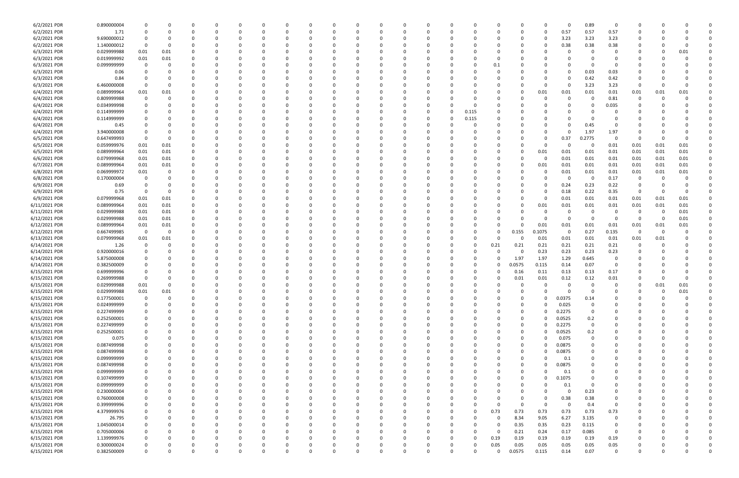| | | | | | | | | | | | | | | | | | | | | | | | | | | | |
|---|---|---|---|---|---|---|---|---|---|---|---|---|---|---|---|---|---|---|---|---|---|---|---|---|---|---|---|
| 6/2/2021 PDR | 0.890000004 | 0 | 0 | 0 | 0 | 0 | 0 | 0 | 0 | 0 | 0 | 0 | 0 | 0 | 0 | 0 | 0 | 0 | 0 | 0 | 0 | 0.89 | 0 | 0 | 0 | 0 | 0 |
| 6/2/2021 PDR | 1.71 | 0 | 0 | 0 | 0 | 0 | 0 | 0 | 0 | 0 | 0 | 0 | 0 | 0 | 0 | 0 | 0 | 0 | 0 | 0 | 0.57 | 0.57 | 0.57 | 0 | 0 | 0 | 0 |
| 6/2/2021 PDR | 9.690000012 | 0 | 0 | 0 | 0 | 0 | 0 | 0 | 0 | 0 | 0 | 0 | 0 | 0 | 0 | 0 | 0 | 0 | 0 | 0 | 3.23 | 3.23 | 3.23 | 0 | 0 | 0 | 0 |
| 6/2/2021 PDR | 1.140000012 | 0 | 0 | 0 | 0 | 0 | 0 | 0 | 0 | 0 | 0 | 0 | 0 | 0 | 0 | 0 | 0 | 0 | 0 | 0 | 0.38 | 0.38 | 0.38 | 0 | 0 | 0 | 0 |
| 6/3/2021 PDR | 0.029999988 | 0.01 | 0.01 | 0 | 0 | 0 | 0 | 0 | 0 | 0 | 0 | 0 | 0 | 0 | 0 | 0 | 0 | 0 | 0 | 0 | 0 | 0 | 0 | 0 | 0 | 0.01 | 0 |
| 6/3/2021 PDR | 0.019999992 | 0.01 | 0.01 | 0 | 0 | 0 | 0 | 0 | 0 | 0 | 0 | 0 | 0 | 0 | 0 | 0 | 0 | 0 | 0 | 0 | 0 | 0 | 0 | 0 | 0 | 0 | 0 |
| 6/3/2021 PDR | 0.099999999 | 0 | 0 | 0 | 0 | 0 | 0 | 0 | 0 | 0 | 0 | 0 | 0 | 0 | 0 | 0 | 0 | 0.1 | 0 | 0 | 0 | 0 | 0 | 0 | 0 | 0 | 0 |
| 6/3/2021 PDR | 0.06 | 0 | 0 | 0 | 0 | 0 | 0 | 0 | 0 | 0 | 0 | 0 | 0 | 0 | 0 | 0 | 0 | 0 | 0 | 0 | 0 | 0.03 | 0.03 | 0 | 0 | 0 | 0 |
| 6/3/2021 PDR | 0.84 | 0 | 0 | 0 | 0 | 0 | 0 | 0 | 0 | 0 | 0 | 0 | 0 | 0 | 0 | 0 | 0 | 0 | 0 | 0 | 0 | 0.42 | 0.42 | 0 | 0 | 0 | 0 |
| 6/3/2021 PDR | 6.460000008 | 0 | 0 | 0 | 0 | 0 | 0 | 0 | 0 | 0 | 0 | 0 | 0 | 0 | 0 | 0 | 0 | 0 | 0 | 0 | 0 | 3.23 | 3.23 | 0 | 0 | 0 | 0 |
| 6/4/2021 PDR | 0.089999964 | 0.01 | 0.01 | 0 | 0 | 0 | 0 | 0 | 0 | 0 | 0 | 0 | 0 | 0 | 0 | 0 | 0 | 0 | 0 | 0.01 | 0.01 | 0.01 | 0.01 | 0.01 | 0.01 | 0.01 | 0 |
| 6/4/2021 PDR | 0.809999988 | 0 | 0 | 0 | 0 | 0 | 0 | 0 | 0 | 0 | 0 | 0 | 0 | 0 | 0 | 0 | 0 | 0 | 0 | 0 | 0 | 0 | 0.81 | 0 | 0 | 0 | 0 |
| 6/4/2021 PDR | 0.034999998 | 0 | 0 | 0 | 0 | 0 | 0 | 0 | 0 | 0 | 0 | 0 | 0 | 0 | 0 | 0 | 0 | 0 | 0 | 0 | 0 | 0 | 0.035 | 0 | 0 | 0 | 0 |
| 6/4/2021 PDR | 0.114999999 | 0 | 0 | 0 | 0 | 0 | 0 | 0 | 0 | 0 | 0 | 0 | 0 | 0 | 0 | 0 | 0.115 | 0 | 0 | 0 | 0 | 0 | 0 | 0 | 0 | 0 | 0 |
| 6/4/2021 PDR | 0.114999999 | 0 | 0 | 0 | 0 | 0 | 0 | 0 | 0 | 0 | 0 | 0 | 0 | 0 | 0 | 0 | 0.115 | 0 | 0 | 0 | 0 | 0 | 0 | 0 | 0 | 0 | 0 |
| 6/4/2021 PDR | 0.45 | 0 | 0 | 0 | 0 | 0 | 0 | 0 | 0 | 0 | 0 | 0 | 0 | 0 | 0 | 0 | 0 | 0 | 0 | 0 | 0 | 0.45 | 0 | 0 | 0 | 0 | 0 |
| 6/4/2021 PDR | 3.940000008 | 0 | 0 | 0 | 0 | 0 | 0 | 0 | 0 | 0 | 0 | 0 | 0 | 0 | 0 | 0 | 0 | 0 | 0 | 0 | 0 | 1.97 | 1.97 | 0 | 0 | 0 | 0 |
| 6/5/2021 PDR | 0.647499993 | 0 | 0 | 0 | 0 | 0 | 0 | 0 | 0 | 0 | 0 | 0 | 0 | 0 | 0 | 0 | 0 | 0 | 0 | 0 | 0.37 | 0.2775 | 0 | 0 | 0 | 0 | 0 |
| 6/5/2021 PDR | 0.059999976 | 0.01 | 0.01 | 0 | 0 | 0 | 0 | 0 | 0 | 0 | 0 | 0 | 0 | 0 | 0 | 0 | 0 | 0 | 0 | 0 | 0 | 0 | 0.01 | 0.01 | 0.01 | 0.01 | 0 |
| 6/5/2021 PDR | 0.089999964 | 0.01 | 0.01 | 0 | 0 | 0 | 0 | 0 | 0 | 0 | 0 | 0 | 0 | 0 | 0 | 0 | 0 | 0 | 0 | 0.01 | 0.01 | 0.01 | 0.01 | 0.01 | 0.01 | 0.01 | 0 |
| 6/6/2021 PDR | 0.079999968 | 0.01 | 0.01 | 0 | 0 | 0 | 0 | 0 | 0 | 0 | 0 | 0 | 0 | 0 | 0 | 0 | 0 | 0 | 0 | 0 | 0.01 | 0.01 | 0.01 | 0.01 | 0.01 | 0.01 | 0 |
| 6/7/2021 PDR | 0.089999964 | 0.01 | 0.01 | 0 | 0 | 0 | 0 | 0 | 0 | 0 | 0 | 0 | 0 | 0 | 0 | 0 | 0 | 0 | 0 | 0.01 | 0.01 | 0.01 | 0.01 | 0.01 | 0.01 | 0.01 | 0 |
| 6/8/2021 PDR | 0.069999972 | 0.01 | 0 | 0 | 0 | 0 | 0 | 0 | 0 | 0 | 0 | 0 | 0 | 0 | 0 | 0 | 0 | 0 | 0 | 0 | 0.01 | 0.01 | 0.01 | 0.01 | 0.01 | 0.01 | 0 |
| 6/8/2021 PDR | 0.170000004 | 0 | 0 | 0 | 0 | 0 | 0 | 0 | 0 | 0 | 0 | 0 | 0 | 0 | 0 | 0 | 0 | 0 | 0 | 0 | 0 | 0 | 0.17 | 0 | 0 | 0 | 0 |
| 6/9/2021 PDR | 0.69 | 0 | 0 | 0 | 0 | 0 | 0 | 0 | 0 | 0 | 0 | 0 | 0 | 0 | 0 | 0 | 0 | 0 | 0 | 0 | 0.24 | 0.23 | 0.22 | 0 | 0 | 0 | 0 |
| 6/9/2021 PDR | 0.75 | 0 | 0 | 0 | 0 | 0 | 0 | 0 | 0 | 0 | 0 | 0 | 0 | 0 | 0 | 0 | 0 | 0 | 0 | 0 | 0.18 | 0.22 | 0.35 | 0 | 0 | 0 | 0 |
| 6/9/2021 PDR | 0.079999968 | 0.01 | 0.01 | 0 | 0 | 0 | 0 | 0 | 0 | 0 | 0 | 0 | 0 | 0 | 0 | 0 | 0 | 0 | 0 | 0 | 0.01 | 0.01 | 0.01 | 0.01 | 0.01 | 0.01 | 0 |
| 6/11/2021 PDR | 0.089999964 | 0.01 | 0.01 | 0 | 0 | 0 | 0 | 0 | 0 | 0 | 0 | 0 | 0 | 0 | 0 | 0 | 0 | 0 | 0 | 0.01 | 0.01 | 0.01 | 0.01 | 0.01 | 0.01 | 0.01 | 0 |
| 6/11/2021 PDR | 0.029999988 | 0.01 | 0.01 | 0 | 0 | 0 | 0 | 0 | 0 | 0 | 0 | 0 | 0 | 0 | 0 | 0 | 0 | 0 | 0 | 0 | 0 | 0 | 0 | 0 | 0 | 0.01 | 0 |
| 6/12/2021 PDR | 0.029999988 | 0.01 | 0.01 | 0 | 0 | 0 | 0 | 0 | 0 | 0 | 0 | 0 | 0 | 0 | 0 | 0 | 0 | 0 | 0 | 0 | 0 | 0 | 0 | 0 | 0 | 0.01 | 0 |
| 6/12/2021 PDR | 0.089999964 | 0.01 | 0.01 | 0 | 0 | 0 | 0 | 0 | 0 | 0 | 0 | 0 | 0 | 0 | 0 | 0 | 0 | 0 | 0 | 0.01 | 0.01 | 0.01 | 0.01 | 0.01 | 0.01 | 0.01 | 0 |
| 6/12/2021 PDR | 0.667499985 | 0 | 0 | 0 | 0 | 0 | 0 | 0 | 0 | 0 | 0 | 0 | 0 | 0 | 0 | 0 | 0 | 0 | 0.155 | 0.1075 | 0 | 0.27 | 0.135 | 0 | 0 | 0 | 0 |
| 6/13/2021 PDR | 0.079999968 | 0.01 | 0.01 | 0 | 0 | 0 | 0 | 0 | 0 | 0 | 0 | 0 | 0 | 0 | 0 | 0 | 0 | 0 | 0 | 0.01 | 0.01 | 0.01 | 0.01 | 0.01 | 0.01 | 0 | 0 |
| 6/14/2021 PDR | 1.26 | 0 | 0 | 0 | 0 | 0 | 0 | 0 | 0 | 0 | 0 | 0 | 0 | 0 | 0 | 0 | 0 | 0.21 | 0.21 | 0.21 | 0.21 | 0.21 | 0.21 | 0 | 0 | 0 | 0 |
| 6/14/2021 PDR | 0.920000016 | 0 | 0 | 0 | 0 | 0 | 0 | 0 | 0 | 0 | 0 | 0 | 0 | 0 | 0 | 0 | 0 | 0 | 0 | 0.23 | 0.23 | 0.23 | 0.23 | 0 | 0 | 0 | 0 |
| 6/14/2021 PDR | 5.875000008 | 0 | 0 | 0 | 0 | 0 | 0 | 0 | 0 | 0 | 0 | 0 | 0 | 0 | 0 | 0 | 0 | 0 | 1.97 | 1.97 | 1.29 | 0.645 | 0 | 0 | 0 | 0 | 0 |
| 6/14/2021 PDR | 0.382500009 | 0 | 0 | 0 | 0 | 0 | 0 | 0 | 0 | 0 | 0 | 0 | 0 | 0 | 0 | 0 | 0 | 0 | 0.0575 | 0.115 | 0.14 | 0.07 | 0 | 0 | 0 | 0 | 0 |
| 6/15/2021 PDR | 0.699999996 | 0 | 0 | 0 | 0 | 0 | 0 | 0 | 0 | 0 | 0 | 0 | 0 | 0 | 0 | 0 | 0 | 0 | 0.16 | 0.11 | 0.13 | 0.13 | 0.17 | 0 | 0 | 0 | 0 |
| 6/15/2021 PDR | 0.269999988 | 0 | 0 | 0 | 0 | 0 | 0 | 0 | 0 | 0 | 0 | 0 | 0 | 0 | 0 | 0 | 0 | 0 | 0.01 | 0.01 | 0.12 | 0.12 | 0.01 | 0 | 0 | 0 | 0 |
| 6/15/2021 PDR | 0.029999988 | 0.01 | 0 | 0 | 0 | 0 | 0 | 0 | 0 | 0 | 0 | 0 | 0 | 0 | 0 | 0 | 0 | 0 | 0 | 0 | 0 | 0 | 0 | 0 | 0.01 | 0.01 | 0 |
| 6/15/2021 PDR | 0.029999988 | 0.01 | 0.01 | 0 | 0 | 0 | 0 | 0 | 0 | 0 | 0 | 0 | 0 | 0 | 0 | 0 | 0 | 0 | 0 | 0 | 0 | 0 | 0 | 0 | 0 | 0.01 | 0 |
| 6/15/2021 PDR | 0.177500001 | 0 | 0 | 0 | 0 | 0 | 0 | 0 | 0 | 0 | 0 | 0 | 0 | 0 | 0 | 0 | 0 | 0 | 0 | 0 | 0.0375 | 0.14 | 0 | 0 | 0 | 0 | 0 |
| 6/15/2021 PDR | 0.024999999 | 0 | 0 | 0 | 0 | 0 | 0 | 0 | 0 | 0 | 0 | 0 | 0 | 0 | 0 | 0 | 0 | 0 | 0 | 0 | 0.025 | 0 | 0 | 0 | 0 | 0 | 0 |
| 6/15/2021 PDR | 0.227499999 | 0 | 0 | 0 | 0 | 0 | 0 | 0 | 0 | 0 | 0 | 0 | 0 | 0 | 0 | 0 | 0 | 0 | 0 | 0 | 0.2275 | 0 | 0 | 0 | 0 | 0 | 0 |
| 6/15/2021 PDR | 0.252500001 | 0 | 0 | 0 | 0 | 0 | 0 | 0 | 0 | 0 | 0 | 0 | 0 | 0 | 0 | 0 | 0 | 0 | 0 | 0 | 0.0525 | 0.2 | 0 | 0 | 0 | 0 | 0 |
| 6/15/2021 PDR | 0.227499999 | 0 | 0 | 0 | 0 | 0 | 0 | 0 | 0 | 0 | 0 | 0 | 0 | 0 | 0 | 0 | 0 | 0 | 0 | 0 | 0.2275 | 0 | 0 | 0 | 0 | 0 | 0 |
| 6/15/2021 PDR | 0.252500001 | 0 | 0 | 0 | 0 | 0 | 0 | 0 | 0 | 0 | 0 | 0 | 0 | 0 | 0 | 0 | 0 | 0 | 0 | 0 | 0.0525 | 0.2 | 0 | 0 | 0 | 0 | 0 |
| 6/15/2021 PDR | 0.075 | 0 | 0 | 0 | 0 | 0 | 0 | 0 | 0 | 0 | 0 | 0 | 0 | 0 | 0 | 0 | 0 | 0 | 0 | 0 | 0.075 | 0 | 0 | 0 | 0 | 0 | 0 |
| 6/15/2021 PDR | 0.087499998 | 0 | 0 | 0 | 0 | 0 | 0 | 0 | 0 | 0 | 0 | 0 | 0 | 0 | 0 | 0 | 0 | 0 | 0 | 0 | 0.0875 | 0 | 0 | 0 | 0 | 0 | 0 |
| 6/15/2021 PDR | 0.087499998 | 0 | 0 | 0 | 0 | 0 | 0 | 0 | 0 | 0 | 0 | 0 | 0 | 0 | 0 | 0 | 0 | 0 | 0 | 0 | 0.0875 | 0 | 0 | 0 | 0 | 0 | 0 |
| 6/15/2021 PDR | 0.099999999 | 0 | 0 | 0 | 0 | 0 | 0 | 0 | 0 | 0 | 0 | 0 | 0 | 0 | 0 | 0 | 0 | 0 | 0 | 0 | 0.1 | 0 | 0 | 0 | 0 | 0 | 0 |
| 6/15/2021 PDR | 0.087499998 | 0 | 0 | 0 | 0 | 0 | 0 | 0 | 0 | 0 | 0 | 0 | 0 | 0 | 0 | 0 | 0 | 0 | 0 | 0 | 0.0875 | 0 | 0 | 0 | 0 | 0 | 0 |
| 6/15/2021 PDR | 0.099999999 | 0 | 0 | 0 | 0 | 0 | 0 | 0 | 0 | 0 | 0 | 0 | 0 | 0 | 0 | 0 | 0 | 0 | 0 | 0 | 0.1 | 0 | 0 | 0 | 0 | 0 | 0 |
| 6/15/2021 PDR | 0.107499999 | 0 | 0 | 0 | 0 | 0 | 0 | 0 | 0 | 0 | 0 | 0 | 0 | 0 | 0 | 0 | 0 | 0 | 0 | 0 | 0.1075 | 0 | 0 | 0 | 0 | 0 | 0 |
| 6/15/2021 PDR | 0.099999999 | 0 | 0 | 0 | 0 | 0 | 0 | 0 | 0 | 0 | 0 | 0 | 0 | 0 | 0 | 0 | 0 | 0 | 0 | 0 | 0.1 | 0 | 0 | 0 | 0 | 0 | 0 |
| 6/15/2021 PDR | 0.230000004 | 0 | 0 | 0 | 0 | 0 | 0 | 0 | 0 | 0 | 0 | 0 | 0 | 0 | 0 | 0 | 0 | 0 | 0 | 0 | 0 | 0.23 | 0 | 0 | 0 | 0 | 0 |
| 6/15/2021 PDR | 0.760000008 | 0 | 0 | 0 | 0 | 0 | 0 | 0 | 0 | 0 | 0 | 0 | 0 | 0 | 0 | 0 | 0 | 0 | 0 | 0 | 0.38 | 0.38 | 0 | 0 | 0 | 0 | 0 |
| 6/15/2021 PDR | 0.399999996 | 0 | 0 | 0 | 0 | 0 | 0 | 0 | 0 | 0 | 0 | 0 | 0 | 0 | 0 | 0 | 0 | 0 | 0 | 0 | 0 | 0.4 | 0 | 0 | 0 | 0 | 0 |
| 6/15/2021 PDR | 4.379999976 | 0 | 0 | 0 | 0 | 0 | 0 | 0 | 0 | 0 | 0 | 0 | 0 | 0 | 0 | 0 | 0 | 0.73 | 0.73 | 0.73 | 0.73 | 0.73 | 0.73 | 0 | 0 | 0 | 0 |
| 6/15/2021 PDR | 26.795 | 0 | 0 | 0 | 0 | 0 | 0 | 0 | 0 | 0 | 0 | 0 | 0 | 0 | 0 | 0 | 0 | 0 | 8.34 | 9.05 | 6.27 | 3.135 | 0 | 0 | 0 | 0 | 0 |
| 6/15/2021 PDR | 1.045000014 | 0 | 0 | 0 | 0 | 0 | 0 | 0 | 0 | 0 | 0 | 0 | 0 | 0 | 0 | 0 | 0 | 0 | 0.35 | 0.35 | 0.23 | 0.115 | 0 | 0 | 0 | 0 | 0 |
| 6/15/2021 PDR | 0.705000006 | 0 | 0 | 0 | 0 | 0 | 0 | 0 | 0 | 0 | 0 | 0 | 0 | 0 | 0 | 0 | 0 | 0 | 0.21 | 0.24 | 0.17 | 0.085 | 0 | 0 | 0 | 0 | 0 |
| 6/15/2021 PDR | 1.139999976 | 0 | 0 | 0 | 0 | 0 | 0 | 0 | 0 | 0 | 0 | 0 | 0 | 0 | 0 | 0 | 0 | 0.19 | 0.19 | 0.19 | 0.19 | 0.19 | 0.19 | 0 | 0 | 0 | 0 |
| 6/15/2021 PDR | 0.300000024 | 0 | 0 | 0 | 0 | 0 | 0 | 0 | 0 | 0 | 0 | 0 | 0 | 0 | 0 | 0 | 0 | 0.05 | 0.05 | 0.05 | 0.05 | 0.05 | 0.05 | 0 | 0 | 0 | 0 |
| 6/15/2021 PDR | 0.382500009 | 0 | 0 | 0 | 0 | 0 | 0 | 0 | 0 | 0 | 0 | 0 | 0 | 0 | 0 | 0 | 0 | 0 | 0.0575 | 0.115 | 0.14 | 0.07 | 0 | 0 | 0 | 0 | 0 |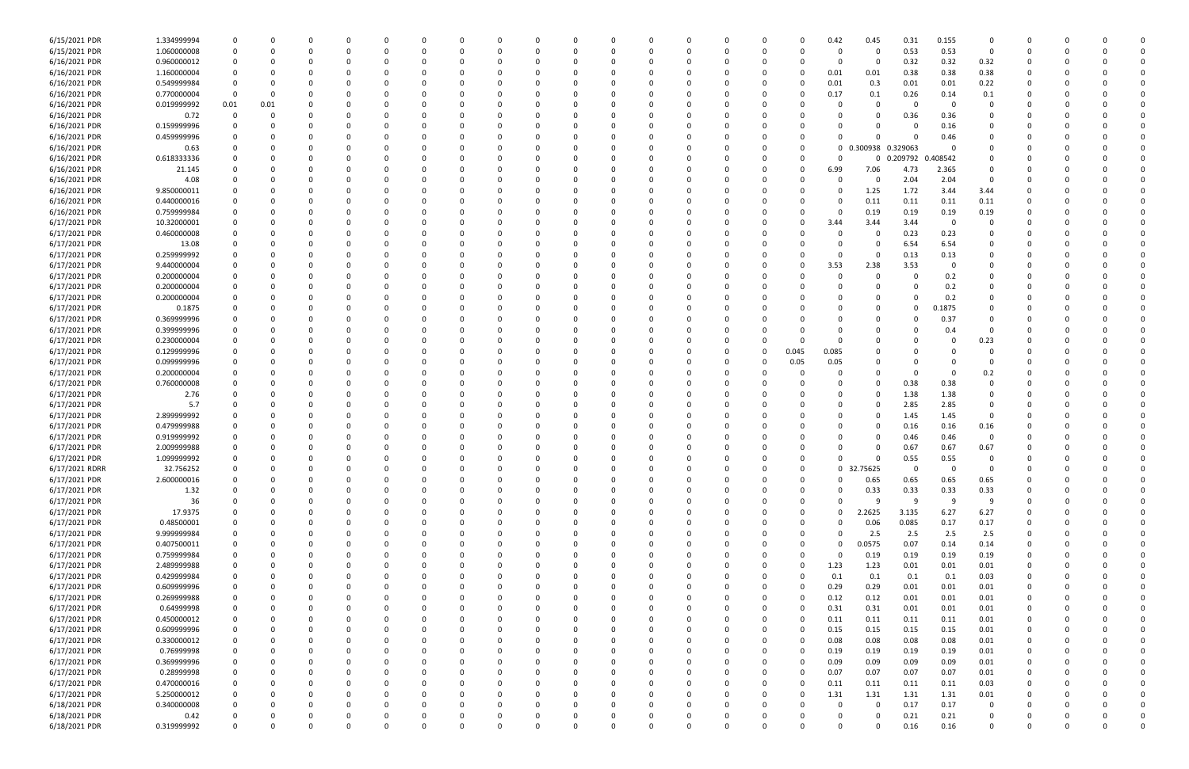| | | | | | | | | | | | | | | | | | | | | | | | | | | |
|---|---|---|---|---|---|---|---|---|---|---|---|---|---|---|---|---|---|---|---|---|---|---|---|---|---|---|
| 6/15/2021 PDR | 1.334999994 | 0 | 0 | 0 | 0 | 0 | 0 | 0 | 0 | 0 | 0 | 0 | 0 | 0 | 0 | 0 | 0 | 0.42 | 0.45 | 0.31 | 0.155 | 0 | 0 | 0 | 0 | 0 | 0 |
| 6/15/2021 PDR | 1.060000008 | 0 | 0 | 0 | 0 | 0 | 0 | 0 | 0 | 0 | 0 | 0 | 0 | 0 | 0 | 0 | 0 | 0 | 0 | 0.53 | 0.53 | 0 | 0 | 0 | 0 | 0 | 0 |
| 6/16/2021 PDR | 0.960000012 | 0 | 0 | 0 | 0 | 0 | 0 | 0 | 0 | 0 | 0 | 0 | 0 | 0 | 0 | 0 | 0 | 0 | 0 | 0.32 | 0.32 | 0.32 | 0 | 0 | 0 | 0 | 0 |
| 6/16/2021 PDR | 1.160000004 | 0 | 0 | 0 | 0 | 0 | 0 | 0 | 0 | 0 | 0 | 0 | 0 | 0 | 0 | 0 | 0 | 0.01 | 0.01 | 0.38 | 0.38 | 0.38 | 0 | 0 | 0 | 0 | 0 |
| 6/16/2021 PDR | 0.549999984 | 0 | 0 | 0 | 0 | 0 | 0 | 0 | 0 | 0 | 0 | 0 | 0 | 0 | 0 | 0 | 0 | 0.01 | 0.3 | 0.01 | 0.01 | 0.22 | 0 | 0 | 0 | 0 | 0 |
| 6/16/2021 PDR | 0.770000004 | 0 | 0 | 0 | 0 | 0 | 0 | 0 | 0 | 0 | 0 | 0 | 0 | 0 | 0 | 0 | 0 | 0.17 | 0.1 | 0.26 | 0.14 | 0.1 | 0 | 0 | 0 | 0 | 0 |
| 6/16/2021 PDR | 0.019999992 | 0.01 | 0.01 | 0 | 0 | 0 | 0 | 0 | 0 | 0 | 0 | 0 | 0 | 0 | 0 | 0 | 0 | 0 | 0 | 0 | 0 | 0 | 0 | 0 | 0 | 0 | 0 |
| 6/16/2021 PDR | 0.72 | 0 | 0 | 0 | 0 | 0 | 0 | 0 | 0 | 0 | 0 | 0 | 0 | 0 | 0 | 0 | 0 | 0 | 0 | 0.36 | 0.36 | 0 | 0 | 0 | 0 | 0 | 0 |
| 6/16/2021 PDR | 0.159999996 | 0 | 0 | 0 | 0 | 0 | 0 | 0 | 0 | 0 | 0 | 0 | 0 | 0 | 0 | 0 | 0 | 0 | 0 | 0 | 0.16 | 0 | 0 | 0 | 0 | 0 | 0 |
| 6/16/2021 PDR | 0.459999996 | 0 | 0 | 0 | 0 | 0 | 0 | 0 | 0 | 0 | 0 | 0 | 0 | 0 | 0 | 0 | 0 | 0 | 0 | 0 | 0.46 | 0 | 0 | 0 | 0 | 0 | 0 |
| 6/16/2021 PDR | 0.63 | 0 | 0 | 0 | 0 | 0 | 0 | 0 | 0 | 0 | 0 | 0 | 0 | 0 | 0 | 0 | 0 | 0 | 0.300938 | 0.329063 | 0 | 0 | 0 | 0 | 0 | 0 | 0 |
| 6/16/2021 PDR | 0.618333336 | 0 | 0 | 0 | 0 | 0 | 0 | 0 | 0 | 0 | 0 | 0 | 0 | 0 | 0 | 0 | 0 | 0 | 0 | 0.209792 | 0.408542 | 0 | 0 | 0 | 0 | 0 | 0 |
| 6/16/2021 PDR | 21.145 | 0 | 0 | 0 | 0 | 0 | 0 | 0 | 0 | 0 | 0 | 0 | 0 | 0 | 0 | 0 | 0 | 6.99 | 7.06 | 4.73 | 2.365 | 0 | 0 | 0 | 0 | 0 | 0 |
| 6/16/2021 PDR | 4.08 | 0 | 0 | 0 | 0 | 0 | 0 | 0 | 0 | 0 | 0 | 0 | 0 | 0 | 0 | 0 | 0 | 0 | 0 | 2.04 | 2.04 | 0 | 0 | 0 | 0 | 0 | 0 |
| 6/16/2021 PDR | 9.850000011 | 0 | 0 | 0 | 0 | 0 | 0 | 0 | 0 | 0 | 0 | 0 | 0 | 0 | 0 | 0 | 0 | 0 | 1.25 | 1.72 | 3.44 | 3.44 | 0 | 0 | 0 | 0 | 0 |
| 6/16/2021 PDR | 0.440000016 | 0 | 0 | 0 | 0 | 0 | 0 | 0 | 0 | 0 | 0 | 0 | 0 | 0 | 0 | 0 | 0 | 0 | 0.11 | 0.11 | 0.11 | 0.11 | 0 | 0 | 0 | 0 | 0 |
| 6/16/2021 PDR | 0.759999984 | 0 | 0 | 0 | 0 | 0 | 0 | 0 | 0 | 0 | 0 | 0 | 0 | 0 | 0 | 0 | 0 | 0 | 0.19 | 0.19 | 0.19 | 0.19 | 0 | 0 | 0 | 0 | 0 |
| 6/17/2021 PDR | 10.32000001 | 0 | 0 | 0 | 0 | 0 | 0 | 0 | 0 | 0 | 0 | 0 | 0 | 0 | 0 | 0 | 0 | 3.44 | 3.44 | 3.44 | 0 | 0 | 0 | 0 | 0 | 0 | 0 |
| 6/17/2021 PDR | 0.460000008 | 0 | 0 | 0 | 0 | 0 | 0 | 0 | 0 | 0 | 0 | 0 | 0 | 0 | 0 | 0 | 0 | 0 | 0 | 0.23 | 0.23 | 0 | 0 | 0 | 0 | 0 | 0 |
| 6/17/2021 PDR | 13.08 | 0 | 0 | 0 | 0 | 0 | 0 | 0 | 0 | 0 | 0 | 0 | 0 | 0 | 0 | 0 | 0 | 0 | 0 | 6.54 | 6.54 | 0 | 0 | 0 | 0 | 0 | 0 |
| 6/17/2021 PDR | 0.259999992 | 0 | 0 | 0 | 0 | 0 | 0 | 0 | 0 | 0 | 0 | 0 | 0 | 0 | 0 | 0 | 0 | 0 | 0 | 0.13 | 0.13 | 0 | 0 | 0 | 0 | 0 | 0 |
| 6/17/2021 PDR | 9.440000004 | 0 | 0 | 0 | 0 | 0 | 0 | 0 | 0 | 0 | 0 | 0 | 0 | 0 | 0 | 0 | 0 | 3.53 | 2.38 | 3.53 | 0 | 0 | 0 | 0 | 0 | 0 | 0 |
| 6/17/2021 PDR | 0.200000004 | 0 | 0 | 0 | 0 | 0 | 0 | 0 | 0 | 0 | 0 | 0 | 0 | 0 | 0 | 0 | 0 | 0 | 0 | 0 | 0.2 | 0 | 0 | 0 | 0 | 0 | 0 |
| 6/17/2021 PDR | 0.200000004 | 0 | 0 | 0 | 0 | 0 | 0 | 0 | 0 | 0 | 0 | 0 | 0 | 0 | 0 | 0 | 0 | 0 | 0 | 0 | 0.2 | 0 | 0 | 0 | 0 | 0 | 0 |
| 6/17/2021 PDR | 0.200000004 | 0 | 0 | 0 | 0 | 0 | 0 | 0 | 0 | 0 | 0 | 0 | 0 | 0 | 0 | 0 | 0 | 0 | 0 | 0 | 0.2 | 0 | 0 | 0 | 0 | 0 | 0 |
| 6/17/2021 PDR | 0.1875 | 0 | 0 | 0 | 0 | 0 | 0 | 0 | 0 | 0 | 0 | 0 | 0 | 0 | 0 | 0 | 0 | 0 | 0 | 0 | 0.1875 | 0 | 0 | 0 | 0 | 0 | 0 |
| 6/17/2021 PDR | 0.369999996 | 0 | 0 | 0 | 0 | 0 | 0 | 0 | 0 | 0 | 0 | 0 | 0 | 0 | 0 | 0 | 0 | 0 | 0 | 0 | 0.37 | 0 | 0 | 0 | 0 | 0 | 0 |
| 6/17/2021 PDR | 0.399999996 | 0 | 0 | 0 | 0 | 0 | 0 | 0 | 0 | 0 | 0 | 0 | 0 | 0 | 0 | 0 | 0 | 0 | 0 | 0 | 0.4 | 0 | 0 | 0 | 0 | 0 | 0 |
| 6/17/2021 PDR | 0.230000004 | 0 | 0 | 0 | 0 | 0 | 0 | 0 | 0 | 0 | 0 | 0 | 0 | 0 | 0 | 0 | 0 | 0 | 0 | 0 | 0 | 0.23 | 0 | 0 | 0 | 0 | 0 |
| 6/17/2021 PDR | 0.129999996 | 0 | 0 | 0 | 0 | 0 | 0 | 0 | 0 | 0 | 0 | 0 | 0 | 0 | 0 | 0 | 0.045 | 0.085 | 0 | 0 | 0 | 0 | 0 | 0 | 0 | 0 | 0 |
| 6/17/2021 PDR | 0.099999996 | 0 | 0 | 0 | 0 | 0 | 0 | 0 | 0 | 0 | 0 | 0 | 0 | 0 | 0 | 0 | 0.05 | 0.05 | 0 | 0 | 0 | 0 | 0 | 0 | 0 | 0 | 0 |
| 6/17/2021 PDR | 0.200000004 | 0 | 0 | 0 | 0 | 0 | 0 | 0 | 0 | 0 | 0 | 0 | 0 | 0 | 0 | 0 | 0 | 0 | 0 | 0 | 0 | 0.2 | 0 | 0 | 0 | 0 | 0 |
| 6/17/2021 PDR | 0.760000008 | 0 | 0 | 0 | 0 | 0 | 0 | 0 | 0 | 0 | 0 | 0 | 0 | 0 | 0 | 0 | 0 | 0 | 0 | 0.38 | 0.38 | 0 | 0 | 0 | 0 | 0 | 0 |
| 6/17/2021 PDR | 2.76 | 0 | 0 | 0 | 0 | 0 | 0 | 0 | 0 | 0 | 0 | 0 | 0 | 0 | 0 | 0 | 0 | 0 | 0 | 1.38 | 1.38 | 0 | 0 | 0 | 0 | 0 | 0 |
| 6/17/2021 PDR | 5.7 | 0 | 0 | 0 | 0 | 0 | 0 | 0 | 0 | 0 | 0 | 0 | 0 | 0 | 0 | 0 | 0 | 0 | 0 | 2.85 | 2.85 | 0 | 0 | 0 | 0 | 0 | 0 |
| 6/17/2021 PDR | 2.899999992 | 0 | 0 | 0 | 0 | 0 | 0 | 0 | 0 | 0 | 0 | 0 | 0 | 0 | 0 | 0 | 0 | 0 | 0 | 1.45 | 1.45 | 0 | 0 | 0 | 0 | 0 | 0 |
| 6/17/2021 PDR | 0.479999988 | 0 | 0 | 0 | 0 | 0 | 0 | 0 | 0 | 0 | 0 | 0 | 0 | 0 | 0 | 0 | 0 | 0 | 0 | 0.16 | 0.16 | 0.16 | 0 | 0 | 0 | 0 | 0 |
| 6/17/2021 PDR | 0.919999992 | 0 | 0 | 0 | 0 | 0 | 0 | 0 | 0 | 0 | 0 | 0 | 0 | 0 | 0 | 0 | 0 | 0 | 0 | 0.46 | 0.46 | 0 | 0 | 0 | 0 | 0 | 0 |
| 6/17/2021 PDR | 2.009999988 | 0 | 0 | 0 | 0 | 0 | 0 | 0 | 0 | 0 | 0 | 0 | 0 | 0 | 0 | 0 | 0 | 0 | 0 | 0.67 | 0.67 | 0.67 | 0 | 0 | 0 | 0 | 0 |
| 6/17/2021 PDR | 1.099999992 | 0 | 0 | 0 | 0 | 0 | 0 | 0 | 0 | 0 | 0 | 0 | 0 | 0 | 0 | 0 | 0 | 0 | 0 | 0.55 | 0.55 | 0 | 0 | 0 | 0 | 0 | 0 |
| 6/17/2021 RDRR | 32.756252 | 0 | 0 | 0 | 0 | 0 | 0 | 0 | 0 | 0 | 0 | 0 | 0 | 0 | 0 | 0 | 0 | 0 | 32.75625 | 0 | 0 | 0 | 0 | 0 | 0 | 0 | 0 |
| 6/17/2021 PDR | 2.600000016 | 0 | 0 | 0 | 0 | 0 | 0 | 0 | 0 | 0 | 0 | 0 | 0 | 0 | 0 | 0 | 0 | 0 | 0.65 | 0.65 | 0.65 | 0.65 | 0 | 0 | 0 | 0 | 0 |
| 6/17/2021 PDR | 1.32 | 0 | 0 | 0 | 0 | 0 | 0 | 0 | 0 | 0 | 0 | 0 | 0 | 0 | 0 | 0 | 0 | 0 | 0.33 | 0.33 | 0.33 | 0.33 | 0 | 0 | 0 | 0 | 0 |
| 6/17/2021 PDR | 36 | 0 | 0 | 0 | 0 | 0 | 0 | 0 | 0 | 0 | 0 | 0 | 0 | 0 | 0 | 0 | 0 | 0 | 9 | 9 | 9 | 9 | 0 | 0 | 0 | 0 | 0 |
| 6/17/2021 PDR | 17.9375 | 0 | 0 | 0 | 0 | 0 | 0 | 0 | 0 | 0 | 0 | 0 | 0 | 0 | 0 | 0 | 0 | 0 | 2.2625 | 3.135 | 6.27 | 6.27 | 0 | 0 | 0 | 0 | 0 |
| 6/17/2021 PDR | 0.48500001 | 0 | 0 | 0 | 0 | 0 | 0 | 0 | 0 | 0 | 0 | 0 | 0 | 0 | 0 | 0 | 0 | 0 | 0.06 | 0.085 | 0.17 | 0.17 | 0 | 0 | 0 | 0 | 0 |
| 6/17/2021 PDR | 9.999999984 | 0 | 0 | 0 | 0 | 0 | 0 | 0 | 0 | 0 | 0 | 0 | 0 | 0 | 0 | 0 | 0 | 0 | 2.5 | 2.5 | 2.5 | 2.5 | 0 | 0 | 0 | 0 | 0 |
| 6/17/2021 PDR | 0.407500011 | 0 | 0 | 0 | 0 | 0 | 0 | 0 | 0 | 0 | 0 | 0 | 0 | 0 | 0 | 0 | 0 | 0 | 0.0575 | 0.07 | 0.14 | 0.14 | 0 | 0 | 0 | 0 | 0 |
| 6/17/2021 PDR | 0.759999984 | 0 | 0 | 0 | 0 | 0 | 0 | 0 | 0 | 0 | 0 | 0 | 0 | 0 | 0 | 0 | 0 | 0 | 0.19 | 0.19 | 0.19 | 0.19 | 0 | 0 | 0 | 0 | 0 |
| 6/17/2021 PDR | 2.489999988 | 0 | 0 | 0 | 0 | 0 | 0 | 0 | 0 | 0 | 0 | 0 | 0 | 0 | 0 | 0 | 0 | 1.23 | 1.23 | 0.01 | 0.01 | 0.01 | 0 | 0 | 0 | 0 | 0 |
| 6/17/2021 PDR | 0.429999984 | 0 | 0 | 0 | 0 | 0 | 0 | 0 | 0 | 0 | 0 | 0 | 0 | 0 | 0 | 0 | 0 | 0.1 | 0.1 | 0.1 | 0.1 | 0.03 | 0 | 0 | 0 | 0 | 0 |
| 6/17/2021 PDR | 0.609999996 | 0 | 0 | 0 | 0 | 0 | 0 | 0 | 0 | 0 | 0 | 0 | 0 | 0 | 0 | 0 | 0 | 0.29 | 0.29 | 0.01 | 0.01 | 0.01 | 0 | 0 | 0 | 0 | 0 |
| 6/17/2021 PDR | 0.269999988 | 0 | 0 | 0 | 0 | 0 | 0 | 0 | 0 | 0 | 0 | 0 | 0 | 0 | 0 | 0 | 0 | 0.12 | 0.12 | 0.01 | 0.01 | 0.01 | 0 | 0 | 0 | 0 | 0 |
| 6/17/2021 PDR | 0.64999998 | 0 | 0 | 0 | 0 | 0 | 0 | 0 | 0 | 0 | 0 | 0 | 0 | 0 | 0 | 0 | 0 | 0.31 | 0.31 | 0.01 | 0.01 | 0.01 | 0 | 0 | 0 | 0 | 0 |
| 6/17/2021 PDR | 0.450000012 | 0 | 0 | 0 | 0 | 0 | 0 | 0 | 0 | 0 | 0 | 0 | 0 | 0 | 0 | 0 | 0 | 0.11 | 0.11 | 0.11 | 0.11 | 0.01 | 0 | 0 | 0 | 0 | 0 |
| 6/17/2021 PDR | 0.609999996 | 0 | 0 | 0 | 0 | 0 | 0 | 0 | 0 | 0 | 0 | 0 | 0 | 0 | 0 | 0 | 0 | 0.15 | 0.15 | 0.15 | 0.15 | 0.01 | 0 | 0 | 0 | 0 | 0 |
| 6/17/2021 PDR | 0.330000012 | 0 | 0 | 0 | 0 | 0 | 0 | 0 | 0 | 0 | 0 | 0 | 0 | 0 | 0 | 0 | 0 | 0.08 | 0.08 | 0.08 | 0.08 | 0.01 | 0 | 0 | 0 | 0 | 0 |
| 6/17/2021 PDR | 0.76999998 | 0 | 0 | 0 | 0 | 0 | 0 | 0 | 0 | 0 | 0 | 0 | 0 | 0 | 0 | 0 | 0 | 0.19 | 0.19 | 0.19 | 0.19 | 0.01 | 0 | 0 | 0 | 0 | 0 |
| 6/17/2021 PDR | 0.369999996 | 0 | 0 | 0 | 0 | 0 | 0 | 0 | 0 | 0 | 0 | 0 | 0 | 0 | 0 | 0 | 0 | 0.09 | 0.09 | 0.09 | 0.09 | 0.01 | 0 | 0 | 0 | 0 | 0 |
| 6/17/2021 PDR | 0.28999998 | 0 | 0 | 0 | 0 | 0 | 0 | 0 | 0 | 0 | 0 | 0 | 0 | 0 | 0 | 0 | 0 | 0.07 | 0.07 | 0.07 | 0.07 | 0.01 | 0 | 0 | 0 | 0 | 0 |
| 6/17/2021 PDR | 0.470000016 | 0 | 0 | 0 | 0 | 0 | 0 | 0 | 0 | 0 | 0 | 0 | 0 | 0 | 0 | 0 | 0 | 0.11 | 0.11 | 0.11 | 0.11 | 0.03 | 0 | 0 | 0 | 0 | 0 |
| 6/17/2021 PDR | 5.250000012 | 0 | 0 | 0 | 0 | 0 | 0 | 0 | 0 | 0 | 0 | 0 | 0 | 0 | 0 | 0 | 0 | 1.31 | 1.31 | 1.31 | 1.31 | 0.01 | 0 | 0 | 0 | 0 | 0 |
| 6/18/2021 PDR | 0.340000008 | 0 | 0 | 0 | 0 | 0 | 0 | 0 | 0 | 0 | 0 | 0 | 0 | 0 | 0 | 0 | 0 | 0 | 0 | 0.17 | 0.17 | 0 | 0 | 0 | 0 | 0 | 0 |
| 6/18/2021 PDR | 0.42 | 0 | 0 | 0 | 0 | 0 | 0 | 0 | 0 | 0 | 0 | 0 | 0 | 0 | 0 | 0 | 0 | 0 | 0 | 0.21 | 0.21 | 0 | 0 | 0 | 0 | 0 | 0 |
| 6/18/2021 PDR | 0.319999992 | 0 | 0 | 0 | 0 | 0 | 0 | 0 | 0 | 0 | 0 | 0 | 0 | 0 | 0 | 0 | 0 | 0 | 0 | 0.16 | 0.16 | 0 | 0 | 0 | 0 | 0 | 0 |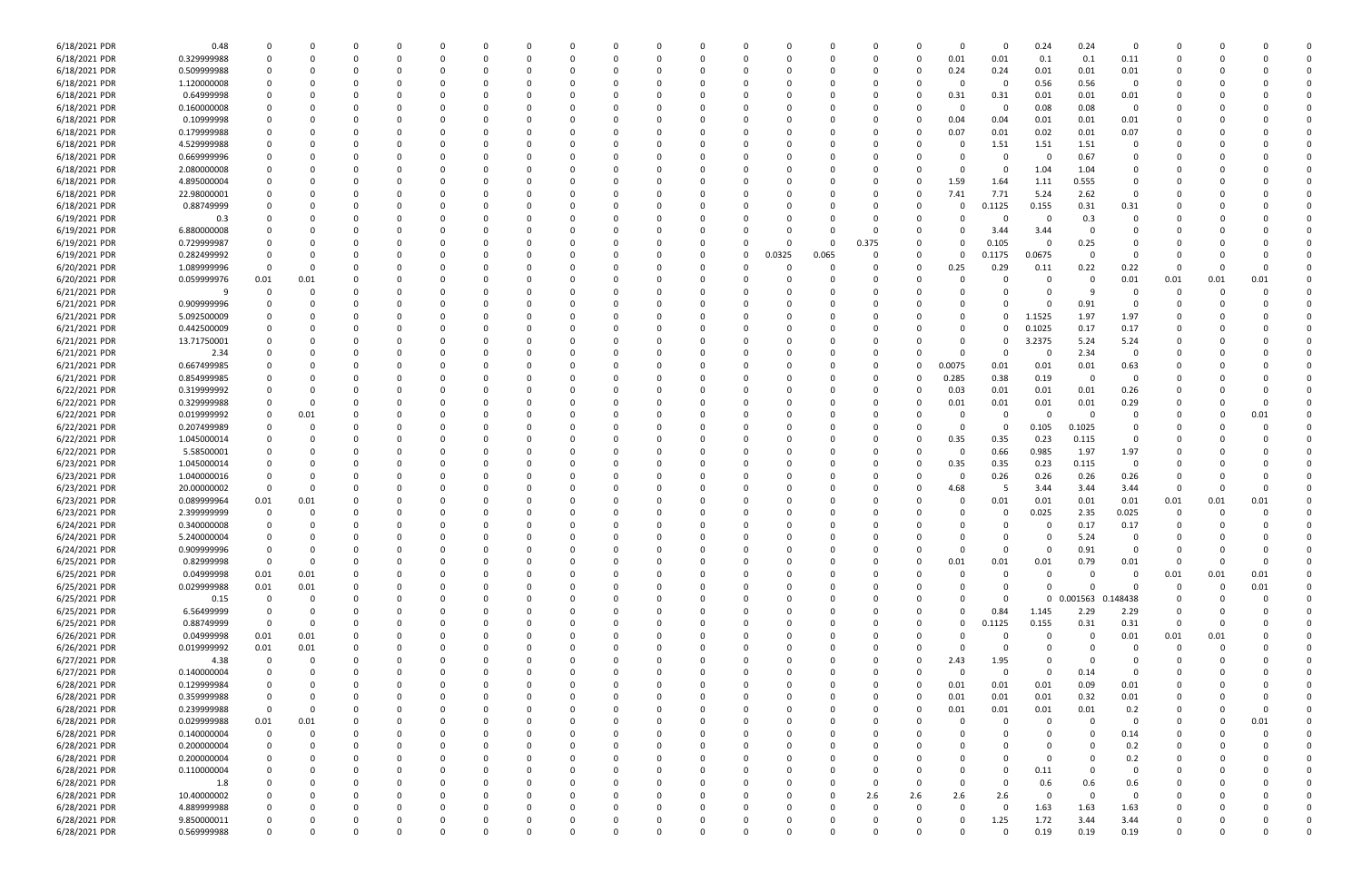| | | | | | | | | | | | | | | | | | | | | | | | | | | | | | |
|---|---|---|---|---|---|---|---|---|---|---|---|---|---|---|---|---|---|---|---|---|---|---|---|---|---|---|---|---|---|
| 6/18/2021 PDR | 0.48 | 0 | 0 | 0 | 0 | 0 | 0 | 0 | 0 | 0 | 0 | 0 | 0 | 0 | 0 | 0 | 0 | 0 | 0 | 0 | 0 | 0 | 0.24 | 0.24 | 0 | 0 | 0 | 0 | 0 |
| 6/18/2021 PDR | 0.329999988 | 0 | 0 | 0 | 0 | 0 | 0 | 0 | 0 | 0 | 0 | 0 | 0 | 0 | 0 | 0 | 0 | 0 | 0 | 0 | 0.01 | 0.01 | 0.1 | 0.1 | 0.11 | 0 | 0 | 0 | 0 |
| 6/18/2021 PDR | 0.509999988 | 0 | 0 | 0 | 0 | 0 | 0 | 0 | 0 | 0 | 0 | 0 | 0 | 0 | 0 | 0 | 0 | 0 | 0 | 0 | 0.24 | 0.24 | 0.01 | 0.01 | 0.01 | 0 | 0 | 0 | 0 |
| 6/18/2021 PDR | 1.120000008 | 0 | 0 | 0 | 0 | 0 | 0 | 0 | 0 | 0 | 0 | 0 | 0 | 0 | 0 | 0 | 0 | 0 | 0 | 0 | 0 | 0 | 0.56 | 0.56 | 0 | 0 | 0 | 0 | 0 |
| 6/18/2021 PDR | 0.64999998 | 0 | 0 | 0 | 0 | 0 | 0 | 0 | 0 | 0 | 0 | 0 | 0 | 0 | 0 | 0 | 0 | 0 | 0 | 0 | 0.31 | 0.31 | 0.01 | 0.01 | 0.01 | 0 | 0 | 0 | 0 |
| 6/18/2021 PDR | 0.160000008 | 0 | 0 | 0 | 0 | 0 | 0 | 0 | 0 | 0 | 0 | 0 | 0 | 0 | 0 | 0 | 0 | 0 | 0 | 0 | 0 | 0 | 0.08 | 0.08 | 0 | 0 | 0 | 0 | 0 |
| 6/18/2021 PDR | 0.10999998 | 0 | 0 | 0 | 0 | 0 | 0 | 0 | 0 | 0 | 0 | 0 | 0 | 0 | 0 | 0 | 0 | 0 | 0 | 0 | 0.04 | 0.04 | 0.01 | 0.01 | 0.01 | 0 | 0 | 0 | 0 |
| 6/18/2021 PDR | 0.179999988 | 0 | 0 | 0 | 0 | 0 | 0 | 0 | 0 | 0 | 0 | 0 | 0 | 0 | 0 | 0 | 0 | 0 | 0 | 0 | 0.07 | 0.01 | 0.02 | 0.01 | 0.07 | 0 | 0 | 0 | 0 |
| 6/18/2021 PDR | 4.529999988 | 0 | 0 | 0 | 0 | 0 | 0 | 0 | 0 | 0 | 0 | 0 | 0 | 0 | 0 | 0 | 0 | 0 | 0 | 0 | 0 | 1.51 | 1.51 | 1.51 | 0 | 0 | 0 | 0 | 0 |
| 6/18/2021 PDR | 0.669999996 | 0 | 0 | 0 | 0 | 0 | 0 | 0 | 0 | 0 | 0 | 0 | 0 | 0 | 0 | 0 | 0 | 0 | 0 | 0 | 0 | 0 | 0 | 0.67 | 0 | 0 | 0 | 0 | 0 |
| 6/18/2021 PDR | 2.080000008 | 0 | 0 | 0 | 0 | 0 | 0 | 0 | 0 | 0 | 0 | 0 | 0 | 0 | 0 | 0 | 0 | 0 | 0 | 0 | 0 | 0 | 1.04 | 1.04 | 0 | 0 | 0 | 0 | 0 |
| 6/18/2021 PDR | 4.895000004 | 0 | 0 | 0 | 0 | 0 | 0 | 0 | 0 | 0 | 0 | 0 | 0 | 0 | 0 | 0 | 0 | 0 | 0 | 0 | 1.59 | 1.64 | 1.11 | 0.555 | 0 | 0 | 0 | 0 | 0 |
| 6/18/2021 PDR | 22.98000001 | 0 | 0 | 0 | 0 | 0 | 0 | 0 | 0 | 0 | 0 | 0 | 0 | 0 | 0 | 0 | 0 | 0 | 0 | 0 | 7.41 | 7.71 | 5.24 | 2.62 | 0 | 0 | 0 | 0 | 0 |
| 6/18/2021 PDR | 0.88749999 | 0 | 0 | 0 | 0 | 0 | 0 | 0 | 0 | 0 | 0 | 0 | 0 | 0 | 0 | 0 | 0 | 0 | 0 | 0 | 0 | 0.1125 | 0.155 | 0.31 | 0.31 | 0 | 0 | 0 | 0 |
| 6/19/2021 PDR | 0.3 | 0 | 0 | 0 | 0 | 0 | 0 | 0 | 0 | 0 | 0 | 0 | 0 | 0 | 0 | 0 | 0 | 0 | 0 | 0 | 0 | 0 | 0 | 0.3 | 0 | 0 | 0 | 0 | 0 |
| 6/19/2021 PDR | 6.880000008 | 0 | 0 | 0 | 0 | 0 | 0 | 0 | 0 | 0 | 0 | 0 | 0 | 0 | 0 | 0 | 0 | 0 | 0 | 0 | 0 | 3.44 | 3.44 | 0 | 0 | 0 | 0 | 0 | 0 |
| 6/19/2021 PDR | 0.729999987 | 0 | 0 | 0 | 0 | 0 | 0 | 0 | 0 | 0 | 0 | 0 | 0 | 0 | 0 | 0 | 0 | 0 | 0.375 | 0 | 0 | 0.105 | 0 | 0.25 | 0 | 0 | 0 | 0 | 0 |
| 6/19/2021 PDR | 0.282499992 | 0 | 0 | 0 | 0 | 0 | 0 | 0 | 0 | 0 | 0 | 0 | 0 | 0 | 0 | 0 | 0.0325 | 0.065 | 0 | 0 | 0 | 0.1175 | 0.0675 | 0 | 0 | 0 | 0 | 0 | 0 |
| 6/20/2021 PDR | 1.089999996 | 0 | 0 | 0 | 0 | 0 | 0 | 0 | 0 | 0 | 0 | 0 | 0 | 0 | 0 | 0 | 0 | 0 | 0 | 0 | 0.25 | 0.29 | 0.11 | 0.22 | 0.22 | 0 | 0 | 0 | 0 |
| 6/20/2021 PDR | 0.059999976 | 0.01 | 0.01 | 0 | 0 | 0 | 0 | 0 | 0 | 0 | 0 | 0 | 0 | 0 | 0 | 0 | 0 | 0 | 0 | 0 | 0 | 0 | 0 | 0 | 0.01 | 0.01 | 0.01 | 0.01 | 0 |
| 6/21/2021 PDR | 9 | 0 | 0 | 0 | 0 | 0 | 0 | 0 | 0 | 0 | 0 | 0 | 0 | 0 | 0 | 0 | 0 | 0 | 0 | 0 | 0 | 0 | 0 | 9 | 0 | 0 | 0 | 0 | 0 |
| 6/21/2021 PDR | 0.909999996 | 0 | 0 | 0 | 0 | 0 | 0 | 0 | 0 | 0 | 0 | 0 | 0 | 0 | 0 | 0 | 0 | 0 | 0 | 0 | 0 | 0 | 0 | 0.91 | 0 | 0 | 0 | 0 | 0 |
| 6/21/2021 PDR | 5.092500009 | 0 | 0 | 0 | 0 | 0 | 0 | 0 | 0 | 0 | 0 | 0 | 0 | 0 | 0 | 0 | 0 | 0 | 0 | 0 | 0 | 0 | 1.1525 | 1.97 | 1.97 | 0 | 0 | 0 | 0 |
| 6/21/2021 PDR | 0.442500009 | 0 | 0 | 0 | 0 | 0 | 0 | 0 | 0 | 0 | 0 | 0 | 0 | 0 | 0 | 0 | 0 | 0 | 0 | 0 | 0 | 0 | 0.1025 | 0.17 | 0.17 | 0 | 0 | 0 | 0 |
| 6/21/2021 PDR | 13.71750001 | 0 | 0 | 0 | 0 | 0 | 0 | 0 | 0 | 0 | 0 | 0 | 0 | 0 | 0 | 0 | 0 | 0 | 0 | 0 | 0 | 0 | 3.2375 | 5.24 | 5.24 | 0 | 0 | 0 | 0 |
| 6/21/2021 PDR | 2.34 | 0 | 0 | 0 | 0 | 0 | 0 | 0 | 0 | 0 | 0 | 0 | 0 | 0 | 0 | 0 | 0 | 0 | 0 | 0 | 0 | 0 | 0 | 2.34 | 0 | 0 | 0 | 0 | 0 |
| 6/21/2021 PDR | 0.667499985 | 0 | 0 | 0 | 0 | 0 | 0 | 0 | 0 | 0 | 0 | 0 | 0 | 0 | 0 | 0 | 0 | 0 | 0 | 0 | 0.0075 | 0.01 | 0.01 | 0.01 | 0.63 | 0 | 0 | 0 | 0 |
| 6/21/2021 PDR | 0.854999985 | 0 | 0 | 0 | 0 | 0 | 0 | 0 | 0 | 0 | 0 | 0 | 0 | 0 | 0 | 0 | 0 | 0 | 0 | 0 | 0.285 | 0.38 | 0.19 | 0 | 0 | 0 | 0 | 0 | 0 |
| 6/22/2021 PDR | 0.319999992 | 0 | 0 | 0 | 0 | 0 | 0 | 0 | 0 | 0 | 0 | 0 | 0 | 0 | 0 | 0 | 0 | 0 | 0 | 0 | 0.03 | 0.01 | 0.01 | 0.01 | 0.26 | 0 | 0 | 0 | 0 |
| 6/22/2021 PDR | 0.329999988 | 0 | 0 | 0 | 0 | 0 | 0 | 0 | 0 | 0 | 0 | 0 | 0 | 0 | 0 | 0 | 0 | 0 | 0 | 0 | 0.01 | 0.01 | 0.01 | 0.01 | 0.29 | 0 | 0 | 0 | 0 |
| 6/22/2021 PDR | 0.019999992 | 0 | 0.01 | 0 | 0 | 0 | 0 | 0 | 0 | 0 | 0 | 0 | 0 | 0 | 0 | 0 | 0 | 0 | 0 | 0 | 0 | 0 | 0 | 0 | 0 | 0 | 0 | 0.01 | 0 |
| 6/22/2021 PDR | 0.207499989 | 0 | 0 | 0 | 0 | 0 | 0 | 0 | 0 | 0 | 0 | 0 | 0 | 0 | 0 | 0 | 0 | 0 | 0 | 0 | 0 | 0 | 0.105 | 0.1025 | 0 | 0 | 0 | 0 | 0 |
| 6/22/2021 PDR | 1.045000014 | 0 | 0 | 0 | 0 | 0 | 0 | 0 | 0 | 0 | 0 | 0 | 0 | 0 | 0 | 0 | 0 | 0 | 0 | 0 | 0.35 | 0.35 | 0.23 | 0.115 | 0 | 0 | 0 | 0 | 0 |
| 6/22/2021 PDR | 5.58500001 | 0 | 0 | 0 | 0 | 0 | 0 | 0 | 0 | 0 | 0 | 0 | 0 | 0 | 0 | 0 | 0 | 0 | 0 | 0 | 0 | 0.66 | 0.985 | 1.97 | 1.97 | 0 | 0 | 0 | 0 |
| 6/23/2021 PDR | 1.045000014 | 0 | 0 | 0 | 0 | 0 | 0 | 0 | 0 | 0 | 0 | 0 | 0 | 0 | 0 | 0 | 0 | 0 | 0 | 0 | 0.35 | 0.35 | 0.23 | 0.115 | 0 | 0 | 0 | 0 | 0 |
| 6/23/2021 PDR | 1.040000016 | 0 | 0 | 0 | 0 | 0 | 0 | 0 | 0 | 0 | 0 | 0 | 0 | 0 | 0 | 0 | 0 | 0 | 0 | 0 | 0 | 0.26 | 0.26 | 0.26 | 0.26 | 0 | 0 | 0 | 0 |
| 6/23/2021 PDR | 20.00000002 | 0 | 0 | 0 | 0 | 0 | 0 | 0 | 0 | 0 | 0 | 0 | 0 | 0 | 0 | 0 | 0 | 0 | 0 | 0 | 4.68 | 5 | 3.44 | 3.44 | 3.44 | 0 | 0 | 0 | 0 |
| 6/23/2021 PDR | 0.089999964 | 0.01 | 0.01 | 0 | 0 | 0 | 0 | 0 | 0 | 0 | 0 | 0 | 0 | 0 | 0 | 0 | 0 | 0 | 0 | 0 | 0 | 0.01 | 0.01 | 0.01 | 0.01 | 0.01 | 0.01 | 0.01 | 0 |
| 6/23/2021 PDR | 2.399999999 | 0 | 0 | 0 | 0 | 0 | 0 | 0 | 0 | 0 | 0 | 0 | 0 | 0 | 0 | 0 | 0 | 0 | 0 | 0 | 0 | 0 | 0.025 | 2.35 | 0.025 | 0 | 0 | 0 | 0 |
| 6/24/2021 PDR | 0.340000008 | 0 | 0 | 0 | 0 | 0 | 0 | 0 | 0 | 0 | 0 | 0 | 0 | 0 | 0 | 0 | 0 | 0 | 0 | 0 | 0 | 0 | 0 | 0.17 | 0.17 | 0 | 0 | 0 | 0 |
| 6/24/2021 PDR | 5.240000004 | 0 | 0 | 0 | 0 | 0 | 0 | 0 | 0 | 0 | 0 | 0 | 0 | 0 | 0 | 0 | 0 | 0 | 0 | 0 | 0 | 0 | 0 | 5.24 | 0 | 0 | 0 | 0 | 0 |
| 6/24/2021 PDR | 0.909999996 | 0 | 0 | 0 | 0 | 0 | 0 | 0 | 0 | 0 | 0 | 0 | 0 | 0 | 0 | 0 | 0 | 0 | 0 | 0 | 0 | 0 | 0 | 0.91 | 0 | 0 | 0 | 0 | 0 |
| 6/25/2021 PDR | 0.82999998 | 0 | 0 | 0 | 0 | 0 | 0 | 0 | 0 | 0 | 0 | 0 | 0 | 0 | 0 | 0 | 0 | 0 | 0 | 0 | 0.01 | 0.01 | 0.01 | 0.79 | 0.01 | 0 | 0 | 0 | 0 |
| 6/25/2021 PDR | 0.04999998 | 0.01 | 0.01 | 0 | 0 | 0 | 0 | 0 | 0 | 0 | 0 | 0 | 0 | 0 | 0 | 0 | 0 | 0 | 0 | 0 | 0 | 0 | 0 | 0 | 0 | 0.01 | 0.01 | 0.01 | 0 |
| 6/25/2021 PDR | 0.029999988 | 0.01 | 0.01 | 0 | 0 | 0 | 0 | 0 | 0 | 0 | 0 | 0 | 0 | 0 | 0 | 0 | 0 | 0 | 0 | 0 | 0 | 0 | 0 | 0 | 0 | 0 | 0 | 0.01 | 0 |
| 6/25/2021 PDR | 0.15 | 0 | 0 | 0 | 0 | 0 | 0 | 0 | 0 | 0 | 0 | 0 | 0 | 0 | 0 | 0 | 0 | 0 | 0 | 0 | 0 | 0 | 0 | 0.001563 | 0.148438 | 0 | 0 | 0 | 0 |
| 6/25/2021 PDR | 6.56499999 | 0 | 0 | 0 | 0 | 0 | 0 | 0 | 0 | 0 | 0 | 0 | 0 | 0 | 0 | 0 | 0 | 0 | 0 | 0 | 0 | 0.84 | 1.145 | 2.29 | 2.29 | 0 | 0 | 0 | 0 |
| 6/25/2021 PDR | 0.88749999 | 0 | 0 | 0 | 0 | 0 | 0 | 0 | 0 | 0 | 0 | 0 | 0 | 0 | 0 | 0 | 0 | 0 | 0 | 0 | 0 | 0.1125 | 0.155 | 0.31 | 0.31 | 0 | 0 | 0 | 0 |
| 6/26/2021 PDR | 0.04999998 | 0.01 | 0.01 | 0 | 0 | 0 | 0 | 0 | 0 | 0 | 0 | 0 | 0 | 0 | 0 | 0 | 0 | 0 | 0 | 0 | 0 | 0 | 0 | 0 | 0.01 | 0.01 | 0.01 | 0 | 0 |
| 6/26/2021 PDR | 0.019999992 | 0.01 | 0.01 | 0 | 0 | 0 | 0 | 0 | 0 | 0 | 0 | 0 | 0 | 0 | 0 | 0 | 0 | 0 | 0 | 0 | 0 | 0 | 0 | 0 | 0 | 0 | 0 | 0 | 0 |
| 6/27/2021 PDR | 4.38 | 0 | 0 | 0 | 0 | 0 | 0 | 0 | 0 | 0 | 0 | 0 | 0 | 0 | 0 | 0 | 0 | 0 | 0 | 0 | 2.43 | 1.95 | 0 | 0 | 0 | 0 | 0 | 0 | 0 |
| 6/27/2021 PDR | 0.140000004 | 0 | 0 | 0 | 0 | 0 | 0 | 0 | 0 | 0 | 0 | 0 | 0 | 0 | 0 | 0 | 0 | 0 | 0 | 0 | 0 | 0 | 0 | 0.14 | 0 | 0 | 0 | 0 | 0 |
| 6/28/2021 PDR | 0.129999984 | 0 | 0 | 0 | 0 | 0 | 0 | 0 | 0 | 0 | 0 | 0 | 0 | 0 | 0 | 0 | 0 | 0 | 0 | 0 | 0.01 | 0.01 | 0.01 | 0.09 | 0.01 | 0 | 0 | 0 | 0 |
| 6/28/2021 PDR | 0.359999988 | 0 | 0 | 0 | 0 | 0 | 0 | 0 | 0 | 0 | 0 | 0 | 0 | 0 | 0 | 0 | 0 | 0 | 0 | 0 | 0.01 | 0.01 | 0.01 | 0.32 | 0.01 | 0 | 0 | 0 | 0 |
| 6/28/2021 PDR | 0.239999988 | 0 | 0 | 0 | 0 | 0 | 0 | 0 | 0 | 0 | 0 | 0 | 0 | 0 | 0 | 0 | 0 | 0 | 0 | 0 | 0.01 | 0.01 | 0.01 | 0.01 | 0.2 | 0 | 0 | 0 | 0 |
| 6/28/2021 PDR | 0.029999988 | 0.01 | 0.01 | 0 | 0 | 0 | 0 | 0 | 0 | 0 | 0 | 0 | 0 | 0 | 0 | 0 | 0 | 0 | 0 | 0 | 0 | 0 | 0 | 0 | 0 | 0 | 0 | 0.01 | 0 |
| 6/28/2021 PDR | 0.140000004 | 0 | 0 | 0 | 0 | 0 | 0 | 0 | 0 | 0 | 0 | 0 | 0 | 0 | 0 | 0 | 0 | 0 | 0 | 0 | 0 | 0 | 0 | 0 | 0.14 | 0 | 0 | 0 | 0 |
| 6/28/2021 PDR | 0.200000004 | 0 | 0 | 0 | 0 | 0 | 0 | 0 | 0 | 0 | 0 | 0 | 0 | 0 | 0 | 0 | 0 | 0 | 0 | 0 | 0 | 0 | 0 | 0 | 0.2 | 0 | 0 | 0 | 0 |
| 6/28/2021 PDR | 0.200000004 | 0 | 0 | 0 | 0 | 0 | 0 | 0 | 0 | 0 | 0 | 0 | 0 | 0 | 0 | 0 | 0 | 0 | 0 | 0 | 0 | 0 | 0 | 0 | 0.2 | 0 | 0 | 0 | 0 |
| 6/28/2021 PDR | 0.110000004 | 0 | 0 | 0 | 0 | 0 | 0 | 0 | 0 | 0 | 0 | 0 | 0 | 0 | 0 | 0 | 0 | 0 | 0 | 0 | 0 | 0 | 0.11 | 0 | 0 | 0 | 0 | 0 | 0 |
| 6/28/2021 PDR | 1.8 | 0 | 0 | 0 | 0 | 0 | 0 | 0 | 0 | 0 | 0 | 0 | 0 | 0 | 0 | 0 | 0 | 0 | 0 | 0 | 0 | 0 | 0.6 | 0.6 | 0.6 | 0 | 0 | 0 | 0 |
| 6/28/2021 PDR | 10.40000002 | 0 | 0 | 0 | 0 | 0 | 0 | 0 | 0 | 0 | 0 | 0 | 0 | 0 | 0 | 0 | 0 | 0 | 2.6 | 2.6 | 2.6 | 2.6 | 0 | 0 | 0 | 0 | 0 | 0 | 0 |
| 6/28/2021 PDR | 4.889999988 | 0 | 0 | 0 | 0 | 0 | 0 | 0 | 0 | 0 | 0 | 0 | 0 | 0 | 0 | 0 | 0 | 0 | 0 | 0 | 0 | 0 | 1.63 | 1.63 | 1.63 | 0 | 0 | 0 | 0 |
| 6/28/2021 PDR | 9.850000011 | 0 | 0 | 0 | 0 | 0 | 0 | 0 | 0 | 0 | 0 | 0 | 0 | 0 | 0 | 0 | 0 | 0 | 0 | 0 | 0 | 1.25 | 1.72 | 3.44 | 3.44 | 0 | 0 | 0 | 0 |
| 6/28/2021 PDR | 0.569999988 | 0 | 0 | 0 | 0 | 0 | 0 | 0 | 0 | 0 | 0 | 0 | 0 | 0 | 0 | 0 | 0 | 0 | 0 | 0 | 0 | 0 | 0.19 | 0.19 | 0.19 | 0 | 0 | 0 | 0 |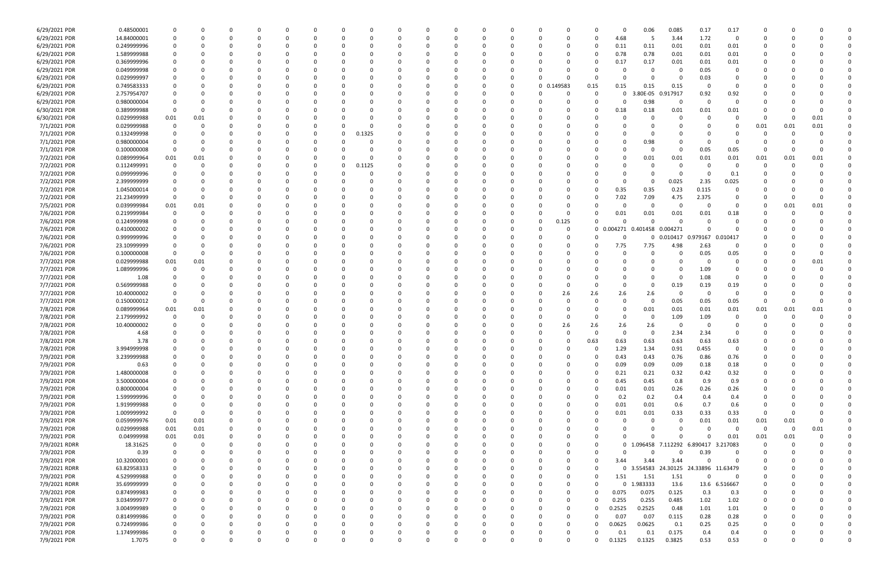| | | | | | | | | | | | | | | | | | | | | | | | | | | | | |
|---|---|---|---|---|---|---|---|---|---|---|---|---|---|---|---|---|---|---|---|---|---|---|---|---|---|---|---|---|
| 6/29/2021 PDR | 0.48500001 | 0 | 0 | 0 | 0 | 0 | 0 | 0 | 0 | 0 | 0 | 0 | 0 | 0 | 0 | 0 | 0 | 0 | 0 | 0 | 0.06 | 0.085 | 0.17 | 0.17 | 0 | 0 | 0 | 0 |
| 6/29/2021 PDR | 14.84000001 | 0 | 0 | 0 | 0 | 0 | 0 | 0 | 0 | 0 | 0 | 0 | 0 | 0 | 0 | 0 | 0 | 0 | 0 | 4.68 | 5 | 3.44 | 1.72 | 0 | 0 | 0 | 0 | 0 |
| 6/29/2021 PDR | 0.249999996 | 0 | 0 | 0 | 0 | 0 | 0 | 0 | 0 | 0 | 0 | 0 | 0 | 0 | 0 | 0 | 0 | 0 | 0 | 0.11 | 0.11 | 0.01 | 0.01 | 0.01 | 0 | 0 | 0 | 0 |
| 6/29/2021 PDR | 1.589999988 | 0 | 0 | 0 | 0 | 0 | 0 | 0 | 0 | 0 | 0 | 0 | 0 | 0 | 0 | 0 | 0 | 0 | 0 | 0.78 | 0.78 | 0.01 | 0.01 | 0.01 | 0 | 0 | 0 | 0 |
| 6/29/2021 PDR | 0.369999996 | 0 | 0 | 0 | 0 | 0 | 0 | 0 | 0 | 0 | 0 | 0 | 0 | 0 | 0 | 0 | 0 | 0 | 0 | 0.17 | 0.17 | 0.01 | 0.01 | 0.01 | 0 | 0 | 0 | 0 |
| 6/29/2021 PDR | 0.049999998 | 0 | 0 | 0 | 0 | 0 | 0 | 0 | 0 | 0 | 0 | 0 | 0 | 0 | 0 | 0 | 0 | 0 | 0 | 0 | 0 | 0 | 0.05 | 0 | 0 | 0 | 0 | 0 |
| 6/29/2021 PDR | 0.029999997 | 0 | 0 | 0 | 0 | 0 | 0 | 0 | 0 | 0 | 0 | 0 | 0 | 0 | 0 | 0 | 0 | 0 | 0 | 0 | 0 | 0 | 0.03 | 0 | 0 | 0 | 0 | 0 |
| 6/29/2021 PDR | 0.749583333 | 0 | 0 | 0 | 0 | 0 | 0 | 0 | 0 | 0 | 0 | 0 | 0 | 0 | 0 | 0 | 0 | 0.149583 | 0.15 | 0.15 | 0.15 | 0.15 | 0 | 0 | 0 | 0 | 0 | 0 |
| 6/29/2021 PDR | 2.757954707 | 0 | 0 | 0 | 0 | 0 | 0 | 0 | 0 | 0 | 0 | 0 | 0 | 0 | 0 | 0 | 0 | 0 | 0 | 0 | 3.80E-05 | 0.917917 | 0.92 | 0.92 | 0 | 0 | 0 | 0 |
| 6/29/2021 PDR | 0.980000004 | 0 | 0 | 0 | 0 | 0 | 0 | 0 | 0 | 0 | 0 | 0 | 0 | 0 | 0 | 0 | 0 | 0 | 0 | 0 | 0.98 | 0 | 0 | 0 | 0 | 0 | 0 | 0 |
| 6/30/2021 PDR | 0.389999988 | 0 | 0 | 0 | 0 | 0 | 0 | 0 | 0 | 0 | 0 | 0 | 0 | 0 | 0 | 0 | 0 | 0 | 0 | 0.18 | 0.18 | 0.01 | 0.01 | 0.01 | 0 | 0 | 0 | 0 |
| 6/30/2021 PDR | 0.029999988 | 0.01 | 0.01 | 0 | 0 | 0 | 0 | 0 | 0 | 0 | 0 | 0 | 0 | 0 | 0 | 0 | 0 | 0 | 0 | 0 | 0 | 0 | 0 | 0 | 0 | 0 | 0.01 | 0 |
| 7/1/2021 PDR | 0.029999988 | 0 | 0 | 0 | 0 | 0 | 0 | 0 | 0 | 0 | 0 | 0 | 0 | 0 | 0 | 0 | 0 | 0 | 0 | 0 | 0 | 0 | 0 | 0 | 0.01 | 0.01 | 0.01 | 0 |
| 7/1/2021 PDR | 0.132499998 | 0 | 0 | 0 | 0 | 0 | 0 | 0 | 0 | 0.1325 | 0 | 0 | 0 | 0 | 0 | 0 | 0 | 0 | 0 | 0 | 0 | 0 | 0 | 0 | 0 | 0 | 0 | 0 |
| 7/1/2021 PDR | 0.980000004 | 0 | 0 | 0 | 0 | 0 | 0 | 0 | 0 | 0 | 0 | 0 | 0 | 0 | 0 | 0 | 0 | 0 | 0 | 0 | 0.98 | 0 | 0 | 0 | 0 | 0 | 0 | 0 |
| 7/1/2021 PDR | 0.100000008 | 0 | 0 | 0 | 0 | 0 | 0 | 0 | 0 | 0 | 0 | 0 | 0 | 0 | 0 | 0 | 0 | 0 | 0 | 0 | 0 | 0 | 0.05 | 0.05 | 0 | 0 | 0 | 0 |
| 7/2/2021 PDR | 0.089999964 | 0.01 | 0.01 | 0 | 0 | 0 | 0 | 0 | 0 | 0 | 0 | 0 | 0 | 0 | 0 | 0 | 0 | 0 | 0 | 0 | 0.01 | 0.01 | 0.01 | 0.01 | 0.01 | 0.01 | 0.01 | 0 |
| 7/2/2021 PDR | 0.112499991 | 0 | 0 | 0 | 0 | 0 | 0 | 0 | 0 | 0.1125 | 0 | 0 | 0 | 0 | 0 | 0 | 0 | 0 | 0 | 0 | 0 | 0 | 0 | 0 | 0 | 0 | 0 | 0 |
| 7/2/2021 PDR | 0.099999996 | 0 | 0 | 0 | 0 | 0 | 0 | 0 | 0 | 0 | 0 | 0 | 0 | 0 | 0 | 0 | 0 | 0 | 0 | 0 | 0 | 0 | 0 | 0.1 | 0 | 0 | 0 | 0 |
| 7/2/2021 PDR | 2.399999998 | 0 | 0 | 0 | 0 | 0 | 0 | 0 | 0 | 0 | 0 | 0 | 0 | 0 | 0 | 0 | 0 | 0 | 0 | 0 | 0 | 0.025 | 2.35 | 0.025 | 0 | 0 | 0 | 0 |
| 7/2/2021 PDR | 1.045000014 | 0 | 0 | 0 | 0 | 0 | 0 | 0 | 0 | 0 | 0 | 0 | 0 | 0 | 0 | 0 | 0 | 0 | 0 | 0.35 | 0.35 | 0.23 | 0.115 | 0 | 0 | 0 | 0 | 0 |
| 7/2/2021 PDR | 21.23499999 | 0 | 0 | 0 | 0 | 0 | 0 | 0 | 0 | 0 | 0 | 0 | 0 | 0 | 0 | 0 | 0 | 0 | 0 | 7.02 | 7.09 | 4.75 | 2.375 | 0 | 0 | 0 | 0 | 0 |
| 7/5/2021 PDR | 0.039999984 | 0.01 | 0.01 | 0 | 0 | 0 | 0 | 0 | 0 | 0 | 0 | 0 | 0 | 0 | 0 | 0 | 0 | 0 | 0 | 0 | 0 | 0 | 0 | 0 | 0 | 0.01 | 0.01 | 0 |
| 7/6/2021 PDR | 0.219999984 | 0 | 0 | 0 | 0 | 0 | 0 | 0 | 0 | 0 | 0 | 0 | 0 | 0 | 0 | 0 | 0 | 0 | 0 | 0.01 | 0.01 | 0.01 | 0.01 | 0.18 | 0 | 0 | 0 | 0 |
| 7/6/2021 PDR | 0.124999998 | 0 | 0 | 0 | 0 | 0 | 0 | 0 | 0 | 0 | 0 | 0 | 0 | 0 | 0 | 0 | 0 | 0.125 | 0 | 0 | 0 | 0 | 0 | 0 | 0 | 0 | 0 | 0 |
| 7/6/2021 PDR | 0.410000002 | 0 | 0 | 0 | 0 | 0 | 0 | 0 | 0 | 0 | 0 | 0 | 0 | 0 | 0 | 0 | 0 | 0 | 0 | 0.004271 | 0.401458 | 0.004271 | 0 | 0 | 0 | 0 | 0 | 0 |
| 7/6/2021 PDR | 0.999999996 | 0 | 0 | 0 | 0 | 0 | 0 | 0 | 0 | 0 | 0 | 0 | 0 | 0 | 0 | 0 | 0 | 0 | 0 | 0 | 0 | 0.010417 | 0.979167 | 0.010417 | 0 | 0 | 0 | 0 |
| 7/6/2021 PDR | 23.10999999 | 0 | 0 | 0 | 0 | 0 | 0 | 0 | 0 | 0 | 0 | 0 | 0 | 0 | 0 | 0 | 0 | 0 | 0 | 7.75 | 7.75 | 4.98 | 2.63 | 0 | 0 | 0 | 0 | 0 |
| 7/6/2021 PDR | 0.100000008 | 0 | 0 | 0 | 0 | 0 | 0 | 0 | 0 | 0 | 0 | 0 | 0 | 0 | 0 | 0 | 0 | 0 | 0 | 0 | 0 | 0 | 0.05 | 0.05 | 0 | 0 | 0 | 0 |
| 7/7/2021 PDR | 0.029999988 | 0.01 | 0.01 | 0 | 0 | 0 | 0 | 0 | 0 | 0 | 0 | 0 | 0 | 0 | 0 | 0 | 0 | 0 | 0 | 0 | 0 | 0 | 0 | 0 | 0 | 0 | 0.01 | 0 |
| 7/7/2021 PDR | 1.089999996 | 0 | 0 | 0 | 0 | 0 | 0 | 0 | 0 | 0 | 0 | 0 | 0 | 0 | 0 | 0 | 0 | 0 | 0 | 0 | 0 | 0 | 1.09 | 0 | 0 | 0 | 0 | 0 |
| 7/7/2021 PDR | 1.08 | 0 | 0 | 0 | 0 | 0 | 0 | 0 | 0 | 0 | 0 | 0 | 0 | 0 | 0 | 0 | 0 | 0 | 0 | 0 | 0 | 0 | 1.08 | 0 | 0 | 0 | 0 | 0 |
| 7/7/2021 PDR | 0.569999988 | 0 | 0 | 0 | 0 | 0 | 0 | 0 | 0 | 0 | 0 | 0 | 0 | 0 | 0 | 0 | 0 | 0 | 0 | 0 | 0 | 0.19 | 0.19 | 0.19 | 0 | 0 | 0 | 0 |
| 7/7/2021 PDR | 10.40000002 | 0 | 0 | 0 | 0 | 0 | 0 | 0 | 0 | 0 | 0 | 0 | 0 | 0 | 0 | 0 | 0 | 2.6 | 2.6 | 2.6 | 2.6 | 0 | 0 | 0 | 0 | 0 | 0 | 0 |
| 7/7/2021 PDR | 0.150000012 | 0 | 0 | 0 | 0 | 0 | 0 | 0 | 0 | 0 | 0 | 0 | 0 | 0 | 0 | 0 | 0 | 0 | 0 | 0 | 0 | 0.05 | 0.05 | 0.05 | 0 | 0 | 0 | 0 |
| 7/8/2021 PDR | 0.089999964 | 0.01 | 0.01 | 0 | 0 | 0 | 0 | 0 | 0 | 0 | 0 | 0 | 0 | 0 | 0 | 0 | 0 | 0 | 0 | 0 | 0.01 | 0.01 | 0.01 | 0.01 | 0.01 | 0.01 | 0.01 | 0 |
| 7/8/2021 PDR | 2.179999992 | 0 | 0 | 0 | 0 | 0 | 0 | 0 | 0 | 0 | 0 | 0 | 0 | 0 | 0 | 0 | 0 | 0 | 0 | 0 | 0 | 1.09 | 1.09 | 0 | 0 | 0 | 0 | 0 |
| 7/8/2021 PDR | 10.40000002 | 0 | 0 | 0 | 0 | 0 | 0 | 0 | 0 | 0 | 0 | 0 | 0 | 0 | 0 | 0 | 0 | 2.6 | 2.6 | 2.6 | 2.6 | 0 | 0 | 0 | 0 | 0 | 0 | 0 |
| 7/8/2021 PDR | 4.68 | 0 | 0 | 0 | 0 | 0 | 0 | 0 | 0 | 0 | 0 | 0 | 0 | 0 | 0 | 0 | 0 | 0 | 0 | 0 | 0 | 2.34 | 2.34 | 0 | 0 | 0 | 0 | 0 |
| 7/8/2021 PDR | 3.78 | 0 | 0 | 0 | 0 | 0 | 0 | 0 | 0 | 0 | 0 | 0 | 0 | 0 | 0 | 0 | 0 | 0 | 0.63 | 0.63 | 0.63 | 0.63 | 0.63 | 0.63 | 0 | 0 | 0 | 0 |
| 7/8/2021 PDR | 3.994999998 | 0 | 0 | 0 | 0 | 0 | 0 | 0 | 0 | 0 | 0 | 0 | 0 | 0 | 0 | 0 | 0 | 0 | 0 | 1.29 | 1.34 | 0.91 | 0.455 | 0 | 0 | 0 | 0 | 0 |
| 7/9/2021 PDR | 3.239999988 | 0 | 0 | 0 | 0 | 0 | 0 | 0 | 0 | 0 | 0 | 0 | 0 | 0 | 0 | 0 | 0 | 0 | 0 | 0.43 | 0.43 | 0.76 | 0.86 | 0.76 | 0 | 0 | 0 | 0 |
| 7/9/2021 PDR | 0.63 | 0 | 0 | 0 | 0 | 0 | 0 | 0 | 0 | 0 | 0 | 0 | 0 | 0 | 0 | 0 | 0 | 0 | 0 | 0.09 | 0.09 | 0.09 | 0.18 | 0.18 | 0 | 0 | 0 | 0 |
| 7/9/2021 PDR | 1.480000008 | 0 | 0 | 0 | 0 | 0 | 0 | 0 | 0 | 0 | 0 | 0 | 0 | 0 | 0 | 0 | 0 | 0 | 0 | 0.21 | 0.21 | 0.32 | 0.42 | 0.32 | 0 | 0 | 0 | 0 |
| 7/9/2021 PDR | 3.500000004 | 0 | 0 | 0 | 0 | 0 | 0 | 0 | 0 | 0 | 0 | 0 | 0 | 0 | 0 | 0 | 0 | 0 | 0 | 0.45 | 0.45 | 0.8 | 0.9 | 0.9 | 0 | 0 | 0 | 0 |
| 7/9/2021 PDR | 0.800000004 | 0 | 0 | 0 | 0 | 0 | 0 | 0 | 0 | 0 | 0 | 0 | 0 | 0 | 0 | 0 | 0 | 0 | 0 | 0.01 | 0.01 | 0.26 | 0.26 | 0.26 | 0 | 0 | 0 | 0 |
| 7/9/2021 PDR | 1.599999996 | 0 | 0 | 0 | 0 | 0 | 0 | 0 | 0 | 0 | 0 | 0 | 0 | 0 | 0 | 0 | 0 | 0 | 0 | 0.2 | 0.2 | 0.4 | 0.4 | 0.4 | 0 | 0 | 0 | 0 |
| 7/9/2021 PDR | 1.919999988 | 0 | 0 | 0 | 0 | 0 | 0 | 0 | 0 | 0 | 0 | 0 | 0 | 0 | 0 | 0 | 0 | 0 | 0 | 0.01 | 0.01 | 0.6 | 0.7 | 0.6 | 0 | 0 | 0 | 0 |
| 7/9/2021 PDR | 1.009999992 | 0 | 0 | 0 | 0 | 0 | 0 | 0 | 0 | 0 | 0 | 0 | 0 | 0 | 0 | 0 | 0 | 0 | 0 | 0.01 | 0.01 | 0.33 | 0.33 | 0.33 | 0 | 0 | 0 | 0 |
| 7/9/2021 PDR | 0.059999976 | 0.01 | 0.01 | 0 | 0 | 0 | 0 | 0 | 0 | 0 | 0 | 0 | 0 | 0 | 0 | 0 | 0 | 0 | 0 | 0 | 0 | 0 | 0.01 | 0.01 | 0.01 | 0.01 | 0 | 0 |
| 7/9/2021 PDR | 0.029999988 | 0.01 | 0.01 | 0 | 0 | 0 | 0 | 0 | 0 | 0 | 0 | 0 | 0 | 0 | 0 | 0 | 0 | 0 | 0 | 0 | 0 | 0 | 0 | 0 | 0 | 0 | 0.01 | 0 |
| 7/9/2021 PDR | 0.04999998 | 0.01 | 0.01 | 0 | 0 | 0 | 0 | 0 | 0 | 0 | 0 | 0 | 0 | 0 | 0 | 0 | 0 | 0 | 0 | 0 | 0 | 0 | 0 | 0.01 | 0.01 | 0.01 | 0 | 0 |
| 7/9/2021 RDRR | 18.31625 | 0 | 0 | 0 | 0 | 0 | 0 | 0 | 0 | 0 | 0 | 0 | 0 | 0 | 0 | 0 | 0 | 0 | 0 | 0 | 1.096458 | 7.112292 | 6.890417 | 3.217083 | 0 | 0 | 0 | 0 |
| 7/9/2021 PDR | 0.39 | 0 | 0 | 0 | 0 | 0 | 0 | 0 | 0 | 0 | 0 | 0 | 0 | 0 | 0 | 0 | 0 | 0 | 0 | 0 | 0 | 0 | 0.39 | 0 | 0 | 0 | 0 | 0 |
| 7/9/2021 PDR | 10.32000001 | 0 | 0 | 0 | 0 | 0 | 0 | 0 | 0 | 0 | 0 | 0 | 0 | 0 | 0 | 0 | 0 | 0 | 0 | 3.44 | 3.44 | 3.44 | 0 | 0 | 0 | 0 | 0 | 0 |
| 7/9/2021 RDRR | 63.82958333 | 0 | 0 | 0 | 0 | 0 | 0 | 0 | 0 | 0 | 0 | 0 | 0 | 0 | 0 | 0 | 0 | 0 | 0 | 0 | 3.554583 | 24.30125 | 24.33896 | 11.63479 | 0 | 0 | 0 | 0 |
| 7/9/2021 PDR | 4.529999988 | 0 | 0 | 0 | 0 | 0 | 0 | 0 | 0 | 0 | 0 | 0 | 0 | 0 | 0 | 0 | 0 | 0 | 0 | 1.51 | 1.51 | 1.51 | 0 | 0 | 0 | 0 | 0 | 0 |
| 7/9/2021 RDRR | 35.69999999 | 0 | 0 | 0 | 0 | 0 | 0 | 0 | 0 | 0 | 0 | 0 | 0 | 0 | 0 | 0 | 0 | 0 | 0 | 0 | 1.983333 | 13.6 | 13.6 | 6.516667 | 0 | 0 | 0 | 0 |
| 7/9/2021 PDR | 0.874999983 | 0 | 0 | 0 | 0 | 0 | 0 | 0 | 0 | 0 | 0 | 0 | 0 | 0 | 0 | 0 | 0 | 0 | 0 | 0.075 | 0.075 | 0.125 | 0.3 | 0.3 | 0 | 0 | 0 | 0 |
| 7/9/2021 PDR | 3.034999977 | 0 | 0 | 0 | 0 | 0 | 0 | 0 | 0 | 0 | 0 | 0 | 0 | 0 | 0 | 0 | 0 | 0 | 0 | 0.255 | 0.255 | 0.485 | 1.02 | 1.02 | 0 | 0 | 0 | 0 |
| 7/9/2021 PDR | 3.004999989 | 0 | 0 | 0 | 0 | 0 | 0 | 0 | 0 | 0 | 0 | 0 | 0 | 0 | 0 | 0 | 0 | 0 | 0 | 0.2525 | 0.2525 | 0.48 | 1.01 | 1.01 | 0 | 0 | 0 | 0 |
| 7/9/2021 PDR | 0.814999986 | 0 | 0 | 0 | 0 | 0 | 0 | 0 | 0 | 0 | 0 | 0 | 0 | 0 | 0 | 0 | 0 | 0 | 0 | 0.07 | 0.07 | 0.115 | 0.28 | 0.28 | 0 | 0 | 0 | 0 |
| 7/9/2021 PDR | 0.724999986 | 0 | 0 | 0 | 0 | 0 | 0 | 0 | 0 | 0 | 0 | 0 | 0 | 0 | 0 | 0 | 0 | 0 | 0 | 0.0625 | 0.0625 | 0.1 | 0.25 | 0.25 | 0 | 0 | 0 | 0 |
| 7/9/2021 PDR | 1.174999986 | 0 | 0 | 0 | 0 | 0 | 0 | 0 | 0 | 0 | 0 | 0 | 0 | 0 | 0 | 0 | 0 | 0 | 0 | 0.1 | 0.1 | 0.175 | 0.4 | 0.4 | 0 | 0 | 0 | 0 |
| 7/9/2021 PDR | 1.7075 | 0 | 0 | 0 | 0 | 0 | 0 | 0 | 0 | 0 | 0 | 0 | 0 | 0 | 0 | 0 | 0 | 0 | 0 | 0.1325 | 0.1325 | 0.3825 | 0.53 | 0.53 | 0 | 0 | 0 | 0 |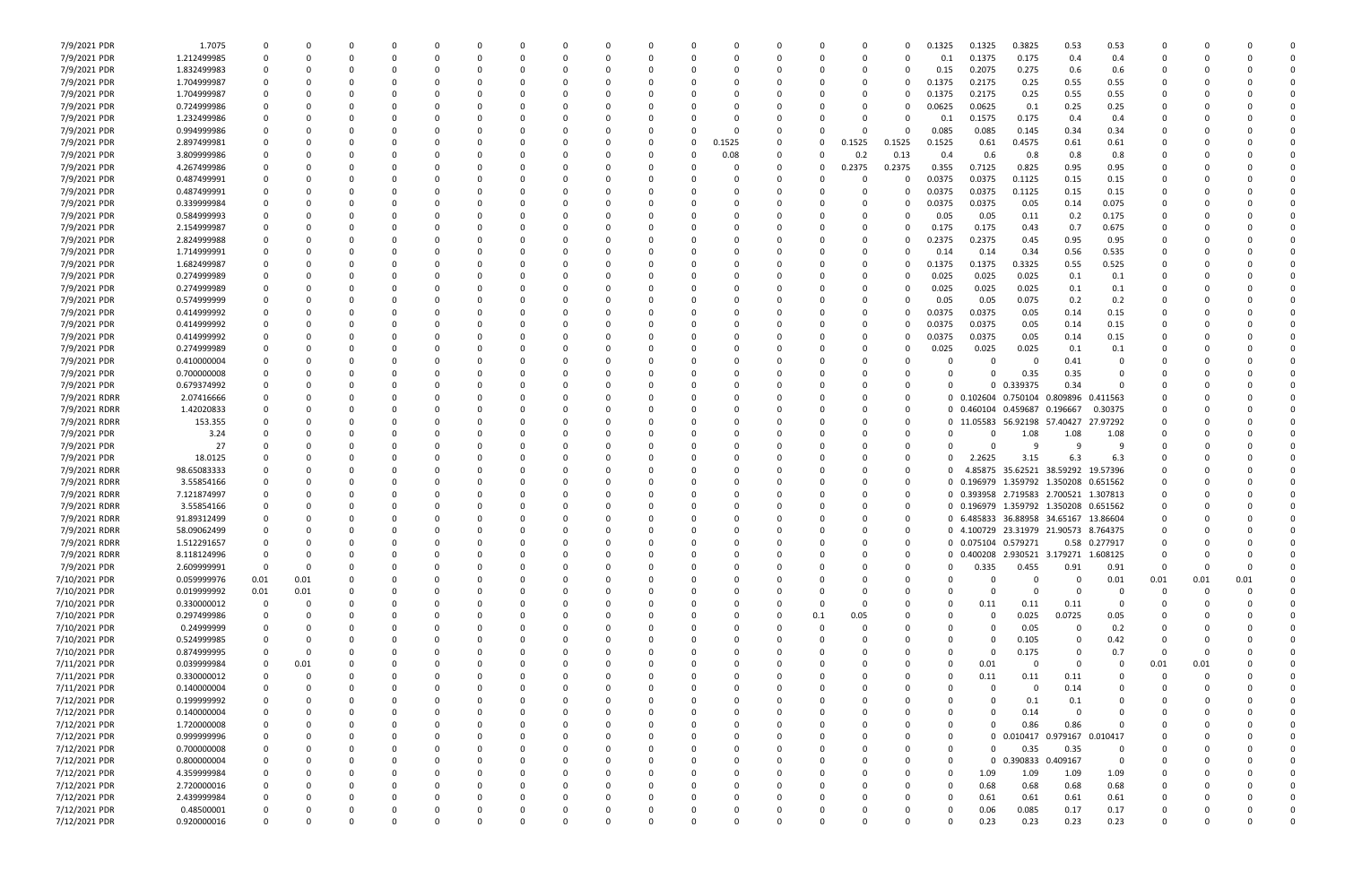| | | | | | | | | | | | | | | | | | | | | | | | | | | | | | | | |
|---|---|---|---|---|---|---|---|---|---|---|---|---|---|---|---|---|---|---|---|---|---|---|---|---|---|---|---|---|---|---|---|
| 7/9/2021 PDR | 1.7075 | 0 | 0 | 0 | 0 | 0 | 0 | 0 | 0 | 0 | 0 | 0 | 0 | 0 | 0 | 0 | 0 | 0 | 0 | 0 | 0 | 0.1325 | 0.1325 | 0.3825 | 0.53 | 0.53 | 0 | 0 | 0 | 0 | 0 |
| 7/9/2021 PDR | 1.212499985 | 0 | 0 | 0 | 0 | 0 | 0 | 0 | 0 | 0 | 0 | 0 | 0 | 0 | 0 | 0 | 0 | 0 | 0 | 0 | 0 | 0.1 | 0.1375 | 0.175 | 0.4 | 0.4 | 0 | 0 | 0 | 0 | 0 |
| 7/9/2021 PDR | 1.832499983 | 0 | 0 | 0 | 0 | 0 | 0 | 0 | 0 | 0 | 0 | 0 | 0 | 0 | 0 | 0 | 0 | 0 | 0 | 0 | 0 | 0.15 | 0.2075 | 0.275 | 0.6 | 0.6 | 0 | 0 | 0 | 0 | 0 |
| 7/9/2021 PDR | 1.704999987 | 0 | 0 | 0 | 0 | 0 | 0 | 0 | 0 | 0 | 0 | 0 | 0 | 0 | 0 | 0 | 0 | 0 | 0 | 0 | 0 | 0.1375 | 0.2175 | 0.25 | 0.55 | 0.55 | 0 | 0 | 0 | 0 | 0 |
| 7/9/2021 PDR | 1.704999987 | 0 | 0 | 0 | 0 | 0 | 0 | 0 | 0 | 0 | 0 | 0 | 0 | 0 | 0 | 0 | 0 | 0 | 0 | 0 | 0 | 0.1375 | 0.2175 | 0.25 | 0.55 | 0.55 | 0 | 0 | 0 | 0 | 0 |
| 7/9/2021 PDR | 0.724999986 | 0 | 0 | 0 | 0 | 0 | 0 | 0 | 0 | 0 | 0 | 0 | 0 | 0 | 0 | 0 | 0 | 0 | 0 | 0 | 0 | 0.0625 | 0.0625 | 0.1 | 0.25 | 0.25 | 0 | 0 | 0 | 0 | 0 |
| 7/9/2021 PDR | 1.232499986 | 0 | 0 | 0 | 0 | 0 | 0 | 0 | 0 | 0 | 0 | 0 | 0 | 0 | 0 | 0 | 0 | 0 | 0 | 0 | 0 | 0.1 | 0.1575 | 0.175 | 0.4 | 0.4 | 0 | 0 | 0 | 0 | 0 |
| 7/9/2021 PDR | 0.994999986 | 0 | 0 | 0 | 0 | 0 | 0 | 0 | 0 | 0 | 0 | 0 | 0 | 0 | 0 | 0 | 0 | 0 | 0 | 0 | 0 | 0.085 | 0.085 | 0.145 | 0.34 | 0.34 | 0 | 0 | 0 | 0 | 0 |
| 7/9/2021 PDR | 2.897499981 | 0 | 0 | 0 | 0 | 0 | 0 | 0 | 0 | 0 | 0 | 0 | 0 | 0 | 0 | 0 | 0.1525 | 0 | 0 | 0.1525 | 0.1525 | 0.1525 | 0.61 | 0.4575 | 0.61 | 0.61 | 0 | 0 | 0 | 0 | 0 |
| 7/9/2021 PDR | 3.809999986 | 0 | 0 | 0 | 0 | 0 | 0 | 0 | 0 | 0 | 0 | 0 | 0 | 0 | 0 | 0 | 0.08 | 0 | 0 | 0.2 | 0.13 | 0.4 | 0.6 | 0.8 | 0.8 | 0.8 | 0 | 0 | 0 | 0 | 0 |
| 7/9/2021 PDR | 4.267499986 | 0 | 0 | 0 | 0 | 0 | 0 | 0 | 0 | 0 | 0 | 0 | 0 | 0 | 0 | 0 | 0 | 0 | 0 | 0.2375 | 0.2375 | 0.355 | 0.7125 | 0.825 | 0.95 | 0.95 | 0 | 0 | 0 | 0 | 0 |
| 7/9/2021 PDR | 0.487499991 | 0 | 0 | 0 | 0 | 0 | 0 | 0 | 0 | 0 | 0 | 0 | 0 | 0 | 0 | 0 | 0 | 0 | 0 | 0 | 0 | 0.0375 | 0.0375 | 0.1125 | 0.15 | 0.15 | 0 | 0 | 0 | 0 | 0 |
| 7/9/2021 PDR | 0.487499991 | 0 | 0 | 0 | 0 | 0 | 0 | 0 | 0 | 0 | 0 | 0 | 0 | 0 | 0 | 0 | 0 | 0 | 0 | 0 | 0 | 0.0375 | 0.0375 | 0.1125 | 0.15 | 0.15 | 0 | 0 | 0 | 0 | 0 |
| 7/9/2021 PDR | 0.339999984 | 0 | 0 | 0 | 0 | 0 | 0 | 0 | 0 | 0 | 0 | 0 | 0 | 0 | 0 | 0 | 0 | 0 | 0 | 0 | 0 | 0.0375 | 0.0375 | 0.05 | 0.14 | 0.075 | 0 | 0 | 0 | 0 | 0 |
| 7/9/2021 PDR | 0.584999993 | 0 | 0 | 0 | 0 | 0 | 0 | 0 | 0 | 0 | 0 | 0 | 0 | 0 | 0 | 0 | 0 | 0 | 0 | 0 | 0 | 0.05 | 0.05 | 0.11 | 0.2 | 0.175 | 0 | 0 | 0 | 0 | 0 |
| 7/9/2021 PDR | 2.154999987 | 0 | 0 | 0 | 0 | 0 | 0 | 0 | 0 | 0 | 0 | 0 | 0 | 0 | 0 | 0 | 0 | 0 | 0 | 0 | 0 | 0.175 | 0.175 | 0.43 | 0.7 | 0.675 | 0 | 0 | 0 | 0 | 0 |
| 7/9/2021 PDR | 2.824999988 | 0 | 0 | 0 | 0 | 0 | 0 | 0 | 0 | 0 | 0 | 0 | 0 | 0 | 0 | 0 | 0 | 0 | 0 | 0 | 0 | 0.2375 | 0.2375 | 0.45 | 0.95 | 0.95 | 0 | 0 | 0 | 0 | 0 |
| 7/9/2021 PDR | 1.714999991 | 0 | 0 | 0 | 0 | 0 | 0 | 0 | 0 | 0 | 0 | 0 | 0 | 0 | 0 | 0 | 0 | 0 | 0 | 0 | 0 | 0.14 | 0.14 | 0.34 | 0.56 | 0.535 | 0 | 0 | 0 | 0 | 0 |
| 7/9/2021 PDR | 1.682499987 | 0 | 0 | 0 | 0 | 0 | 0 | 0 | 0 | 0 | 0 | 0 | 0 | 0 | 0 | 0 | 0 | 0 | 0 | 0 | 0 | 0.1375 | 0.1375 | 0.3325 | 0.55 | 0.525 | 0 | 0 | 0 | 0 | 0 |
| 7/9/2021 PDR | 0.274999989 | 0 | 0 | 0 | 0 | 0 | 0 | 0 | 0 | 0 | 0 | 0 | 0 | 0 | 0 | 0 | 0 | 0 | 0 | 0 | 0 | 0.025 | 0.025 | 0.025 | 0.1 | 0.1 | 0 | 0 | 0 | 0 | 0 |
| 7/9/2021 PDR | 0.274999989 | 0 | 0 | 0 | 0 | 0 | 0 | 0 | 0 | 0 | 0 | 0 | 0 | 0 | 0 | 0 | 0 | 0 | 0 | 0 | 0 | 0.025 | 0.025 | 0.025 | 0.1 | 0.1 | 0 | 0 | 0 | 0 | 0 |
| 7/9/2021 PDR | 0.574999999 | 0 | 0 | 0 | 0 | 0 | 0 | 0 | 0 | 0 | 0 | 0 | 0 | 0 | 0 | 0 | 0 | 0 | 0 | 0 | 0 | 0.05 | 0.05 | 0.075 | 0.2 | 0.2 | 0 | 0 | 0 | 0 | 0 |
| 7/9/2021 PDR | 0.414999992 | 0 | 0 | 0 | 0 | 0 | 0 | 0 | 0 | 0 | 0 | 0 | 0 | 0 | 0 | 0 | 0 | 0 | 0 | 0 | 0 | 0.0375 | 0.0375 | 0.05 | 0.14 | 0.15 | 0 | 0 | 0 | 0 | 0 |
| 7/9/2021 PDR | 0.414999992 | 0 | 0 | 0 | 0 | 0 | 0 | 0 | 0 | 0 | 0 | 0 | 0 | 0 | 0 | 0 | 0 | 0 | 0 | 0 | 0 | 0.0375 | 0.0375 | 0.05 | 0.14 | 0.15 | 0 | 0 | 0 | 0 | 0 |
| 7/9/2021 PDR | 0.414999992 | 0 | 0 | 0 | 0 | 0 | 0 | 0 | 0 | 0 | 0 | 0 | 0 | 0 | 0 | 0 | 0 | 0 | 0 | 0 | 0 | 0.0375 | 0.0375 | 0.05 | 0.14 | 0.15 | 0 | 0 | 0 | 0 | 0 |
| 7/9/2021 PDR | 0.274999989 | 0 | 0 | 0 | 0 | 0 | 0 | 0 | 0 | 0 | 0 | 0 | 0 | 0 | 0 | 0 | 0 | 0 | 0 | 0 | 0 | 0.025 | 0.025 | 0.025 | 0.1 | 0.1 | 0 | 0 | 0 | 0 | 0 |
| 7/9/2021 PDR | 0.410000004 | 0 | 0 | 0 | 0 | 0 | 0 | 0 | 0 | 0 | 0 | 0 | 0 | 0 | 0 | 0 | 0 | 0 | 0 | 0 | 0 | 0 | 0 | 0 | 0.41 | 0 | 0 | 0 | 0 | 0 | 0 |
| 7/9/2021 PDR | 0.700000008 | 0 | 0 | 0 | 0 | 0 | 0 | 0 | 0 | 0 | 0 | 0 | 0 | 0 | 0 | 0 | 0 | 0 | 0 | 0 | 0 | 0 | 0 | 0.35 | 0.35 | 0 | 0 | 0 | 0 | 0 | 0 |
| 7/9/2021 PDR | 0.679374992 | 0 | 0 | 0 | 0 | 0 | 0 | 0 | 0 | 0 | 0 | 0 | 0 | 0 | 0 | 0 | 0 | 0 | 0 | 0 | 0 | 0 | 0 | 0.339375 | 0.34 | 0 | 0 | 0 | 0 | 0 | 0 |
| 7/9/2021 RDRR | 2.07416666 | 0 | 0 | 0 | 0 | 0 | 0 | 0 | 0 | 0 | 0 | 0 | 0 | 0 | 0 | 0 | 0 | 0 | 0 | 0 | 0 | 0 | 0.102604 | 0.750104 | 0.809896 | 0.411563 | 0 | 0 | 0 | 0 | 0 |
| 7/9/2021 RDRR | 1.42020833 | 0 | 0 | 0 | 0 | 0 | 0 | 0 | 0 | 0 | 0 | 0 | 0 | 0 | 0 | 0 | 0 | 0 | 0 | 0 | 0 | 0 | 0.460104 | 0.459687 | 0.196667 | 0.30375 | 0 | 0 | 0 | 0 | 0 |
| 7/9/2021 RDRR | 153.355 | 0 | 0 | 0 | 0 | 0 | 0 | 0 | 0 | 0 | 0 | 0 | 0 | 0 | 0 | 0 | 0 | 0 | 0 | 0 | 0 | 0 | 11.05583 | 56.92198 | 57.40427 | 27.97292 | 0 | 0 | 0 | 0 | 0 |
| 7/9/2021 PDR | 3.24 | 0 | 0 | 0 | 0 | 0 | 0 | 0 | 0 | 0 | 0 | 0 | 0 | 0 | 0 | 0 | 0 | 0 | 0 | 0 | 0 | 0 | 0 | 1.08 | 1.08 | 1.08 | 0 | 0 | 0 | 0 | 0 |
| 7/9/2021 PDR | 27 | 0 | 0 | 0 | 0 | 0 | 0 | 0 | 0 | 0 | 0 | 0 | 0 | 0 | 0 | 0 | 0 | 0 | 0 | 0 | 0 | 0 | 0 | 9 | 9 | 9 | 0 | 0 | 0 | 0 | 0 |
| 7/9/2021 PDR | 18.0125 | 0 | 0 | 0 | 0 | 0 | 0 | 0 | 0 | 0 | 0 | 0 | 0 | 0 | 0 | 0 | 0 | 0 | 0 | 0 | 0 | 0 | 2.2625 | 3.15 | 6.3 | 6.3 | 0 | 0 | 0 | 0 | 0 |
| 7/9/2021 RDRR | 98.65083333 | 0 | 0 | 0 | 0 | 0 | 0 | 0 | 0 | 0 | 0 | 0 | 0 | 0 | 0 | 0 | 0 | 0 | 0 | 0 | 0 | 0 | 4.85875 | 35.62521 | 38.59292 | 19.57396 | 0 | 0 | 0 | 0 | 0 |
| 7/9/2021 RDRR | 3.55854166 | 0 | 0 | 0 | 0 | 0 | 0 | 0 | 0 | 0 | 0 | 0 | 0 | 0 | 0 | 0 | 0 | 0 | 0 | 0 | 0 | 0 | 0.196979 | 1.359792 | 1.350208 | 0.651562 | 0 | 0 | 0 | 0 | 0 |
| 7/9/2021 RDRR | 7.121874997 | 0 | 0 | 0 | 0 | 0 | 0 | 0 | 0 | 0 | 0 | 0 | 0 | 0 | 0 | 0 | 0 | 0 | 0 | 0 | 0 | 0 | 0.393958 | 2.719583 | 2.700521 | 1.307813 | 0 | 0 | 0 | 0 | 0 |
| 7/9/2021 RDRR | 3.55854166 | 0 | 0 | 0 | 0 | 0 | 0 | 0 | 0 | 0 | 0 | 0 | 0 | 0 | 0 | 0 | 0 | 0 | 0 | 0 | 0 | 0 | 0.196979 | 1.359792 | 1.350208 | 0.651562 | 0 | 0 | 0 | 0 | 0 |
| 7/9/2021 RDRR | 91.89312499 | 0 | 0 | 0 | 0 | 0 | 0 | 0 | 0 | 0 | 0 | 0 | 0 | 0 | 0 | 0 | 0 | 0 | 0 | 0 | 0 | 0 | 6.485833 | 36.88958 | 34.65167 | 13.86604 | 0 | 0 | 0 | 0 | 0 |
| 7/9/2021 RDRR | 58.09062499 | 0 | 0 | 0 | 0 | 0 | 0 | 0 | 0 | 0 | 0 | 0 | 0 | 0 | 0 | 0 | 0 | 0 | 0 | 0 | 0 | 0 | 4.100729 | 23.31979 | 21.90573 | 8.764375 | 0 | 0 | 0 | 0 | 0 |
| 7/9/2021 RDRR | 1.512291657 | 0 | 0 | 0 | 0 | 0 | 0 | 0 | 0 | 0 | 0 | 0 | 0 | 0 | 0 | 0 | 0 | 0 | 0 | 0 | 0 | 0 | 0.075104 | 0.579271 | 0.58 | 0.277917 | 0 | 0 | 0 | 0 | 0 |
| 7/9/2021 RDRR | 8.118124996 | 0 | 0 | 0 | 0 | 0 | 0 | 0 | 0 | 0 | 0 | 0 | 0 | 0 | 0 | 0 | 0 | 0 | 0 | 0 | 0 | 0 | 0.400208 | 2.930521 | 3.179271 | 1.608125 | 0 | 0 | 0 | 0 | 0 |
| 7/9/2021 PDR | 2.609999991 | 0 | 0 | 0 | 0 | 0 | 0 | 0 | 0 | 0 | 0 | 0 | 0 | 0 | 0 | 0 | 0 | 0 | 0 | 0 | 0 | 0 | 0.335 | 0.455 | 0.91 | 0.91 | 0 | 0 | 0 | 0 | 0 |
| 7/10/2021 PDR | 0.059999976 | 0.01 | 0.01 | 0 | 0 | 0 | 0 | 0 | 0 | 0 | 0 | 0 | 0 | 0 | 0 | 0 | 0 | 0 | 0 | 0 | 0 | 0 | 0 | 0 | 0 | 0.01 | 0.01 | 0.01 | 0.01 | 0 | 0 |
| 7/10/2021 PDR | 0.019999992 | 0.01 | 0.01 | 0 | 0 | 0 | 0 | 0 | 0 | 0 | 0 | 0 | 0 | 0 | 0 | 0 | 0 | 0 | 0 | 0 | 0 | 0 | 0 | 0 | 0 | 0 | 0 | 0 | 0 | 0 | 0 |
| 7/10/2021 PDR | 0.330000012 | 0 | 0 | 0 | 0 | 0 | 0 | 0 | 0 | 0 | 0 | 0 | 0 | 0 | 0 | 0 | 0 | 0 | 0 | 0 | 0 | 0 | 0.11 | 0.11 | 0.11 | 0 | 0 | 0 | 0 | 0 | 0 |
| 7/10/2021 PDR | 0.297499986 | 0 | 0 | 0 | 0 | 0 | 0 | 0 | 0 | 0 | 0 | 0 | 0 | 0 | 0 | 0 | 0 | 0 | 0.1 | 0.05 | 0 | 0 | 0 | 0.025 | 0.0725 | 0.05 | 0 | 0 | 0 | 0 | 0 |
| 7/10/2021 PDR | 0.24999999 | 0 | 0 | 0 | 0 | 0 | 0 | 0 | 0 | 0 | 0 | 0 | 0 | 0 | 0 | 0 | 0 | 0 | 0 | 0 | 0 | 0 | 0 | 0.05 | 0 | 0.2 | 0 | 0 | 0 | 0 | 0 |
| 7/10/2021 PDR | 0.524999985 | 0 | 0 | 0 | 0 | 0 | 0 | 0 | 0 | 0 | 0 | 0 | 0 | 0 | 0 | 0 | 0 | 0 | 0 | 0 | 0 | 0 | 0 | 0.105 | 0 | 0.42 | 0 | 0 | 0 | 0 | 0 |
| 7/10/2021 PDR | 0.874999995 | 0 | 0 | 0 | 0 | 0 | 0 | 0 | 0 | 0 | 0 | 0 | 0 | 0 | 0 | 0 | 0 | 0 | 0 | 0 | 0 | 0 | 0 | 0.175 | 0 | 0.7 | 0 | 0 | 0 | 0 | 0 |
| 7/11/2021 PDR | 0.03999984 | 0 | 0.01 | 0 | 0 | 0 | 0 | 0 | 0 | 0 | 0 | 0 | 0 | 0 | 0 | 0 | 0 | 0 | 0 | 0 | 0 | 0 | 0.01 | 0 | 0 | 0 | 0.01 | 0.01 | 0 | 0 | 0 |
| 7/11/2021 PDR | 0.330000012 | 0 | 0 | 0 | 0 | 0 | 0 | 0 | 0 | 0 | 0 | 0 | 0 | 0 | 0 | 0 | 0 | 0 | 0 | 0 | 0 | 0 | 0.11 | 0.11 | 0.11 | 0 | 0 | 0 | 0 | 0 | 0 |
| 7/11/2021 PDR | 0.140000004 | 0 | 0 | 0 | 0 | 0 | 0 | 0 | 0 | 0 | 0 | 0 | 0 | 0 | 0 | 0 | 0 | 0 | 0 | 0 | 0 | 0 | 0 | 0 | 0.14 | 0 | 0 | 0 | 0 | 0 | 0 |
| 7/12/2021 PDR | 0.199999992 | 0 | 0 | 0 | 0 | 0 | 0 | 0 | 0 | 0 | 0 | 0 | 0 | 0 | 0 | 0 | 0 | 0 | 0 | 0 | 0 | 0 | 0 | 0.1 | 0.1 | 0 | 0 | 0 | 0 | 0 | 0 |
| 7/12/2021 PDR | 0.140000004 | 0 | 0 | 0 | 0 | 0 | 0 | 0 | 0 | 0 | 0 | 0 | 0 | 0 | 0 | 0 | 0 | 0 | 0 | 0 | 0 | 0 | 0 | 0.14 | 0 | 0 | 0 | 0 | 0 | 0 | 0 |
| 7/12/2021 PDR | 1.720000008 | 0 | 0 | 0 | 0 | 0 | 0 | 0 | 0 | 0 | 0 | 0 | 0 | 0 | 0 | 0 | 0 | 0 | 0 | 0 | 0 | 0 | 0 | 0.86 | 0.86 | 0 | 0 | 0 | 0 | 0 | 0 |
| 7/12/2021 PDR | 0.999999996 | 0 | 0 | 0 | 0 | 0 | 0 | 0 | 0 | 0 | 0 | 0 | 0 | 0 | 0 | 0 | 0 | 0 | 0 | 0 | 0 | 0 | 0 | 0.010417 | 0.979167 | 0.010417 | 0 | 0 | 0 | 0 | 0 |
| 7/12/2021 PDR | 0.700000008 | 0 | 0 | 0 | 0 | 0 | 0 | 0 | 0 | 0 | 0 | 0 | 0 | 0 | 0 | 0 | 0 | 0 | 0 | 0 | 0 | 0 | 0 | 0.35 | 0.35 | 0 | 0 | 0 | 0 | 0 | 0 |
| 7/12/2021 PDR | 0.800000004 | 0 | 0 | 0 | 0 | 0 | 0 | 0 | 0 | 0 | 0 | 0 | 0 | 0 | 0 | 0 | 0 | 0 | 0 | 0 | 0 | 0 | 0 | 0.390833 | 0.409167 | 0 | 0 | 0 | 0 | 0 | 0 |
| 7/12/2021 PDR | 4.359999984 | 0 | 0 | 0 | 0 | 0 | 0 | 0 | 0 | 0 | 0 | 0 | 0 | 0 | 0 | 0 | 0 | 0 | 0 | 0 | 0 | 0 | 1.09 | 1.09 | 1.09 | 1.09 | 0 | 0 | 0 | 0 | 0 |
| 7/12/2021 PDR | 2.720000016 | 0 | 0 | 0 | 0 | 0 | 0 | 0 | 0 | 0 | 0 | 0 | 0 | 0 | 0 | 0 | 0 | 0 | 0 | 0 | 0 | 0 | 0.68 | 0.68 | 0.68 | 0.68 | 0 | 0 | 0 | 0 | 0 |
| 7/12/2021 PDR | 2.439999984 | 0 | 0 | 0 | 0 | 0 | 0 | 0 | 0 | 0 | 0 | 0 | 0 | 0 | 0 | 0 | 0 | 0 | 0 | 0 | 0 | 0 | 0.61 | 0.61 | 0.61 | 0.61 | 0 | 0 | 0 | 0 | 0 |
| 7/12/2021 PDR | 0.48500001 | 0 | 0 | 0 | 0 | 0 | 0 | 0 | 0 | 0 | 0 | 0 | 0 | 0 | 0 | 0 | 0 | 0 | 0 | 0 | 0 | 0 | 0.06 | 0.085 | 0.17 | 0.17 | 0 | 0 | 0 | 0 | 0 |
| 7/12/2021 PDR | 0.920000016 | 0 | 0 | 0 | 0 | 0 | 0 | 0 | 0 | 0 | 0 | 0 | 0 | 0 | 0 | 0 | 0 | 0 | 0 | 0 | 0 | 0 | 0.23 | 0.23 | 0.23 | 0.23 | 0 | 0 | 0 | 0 | 0 |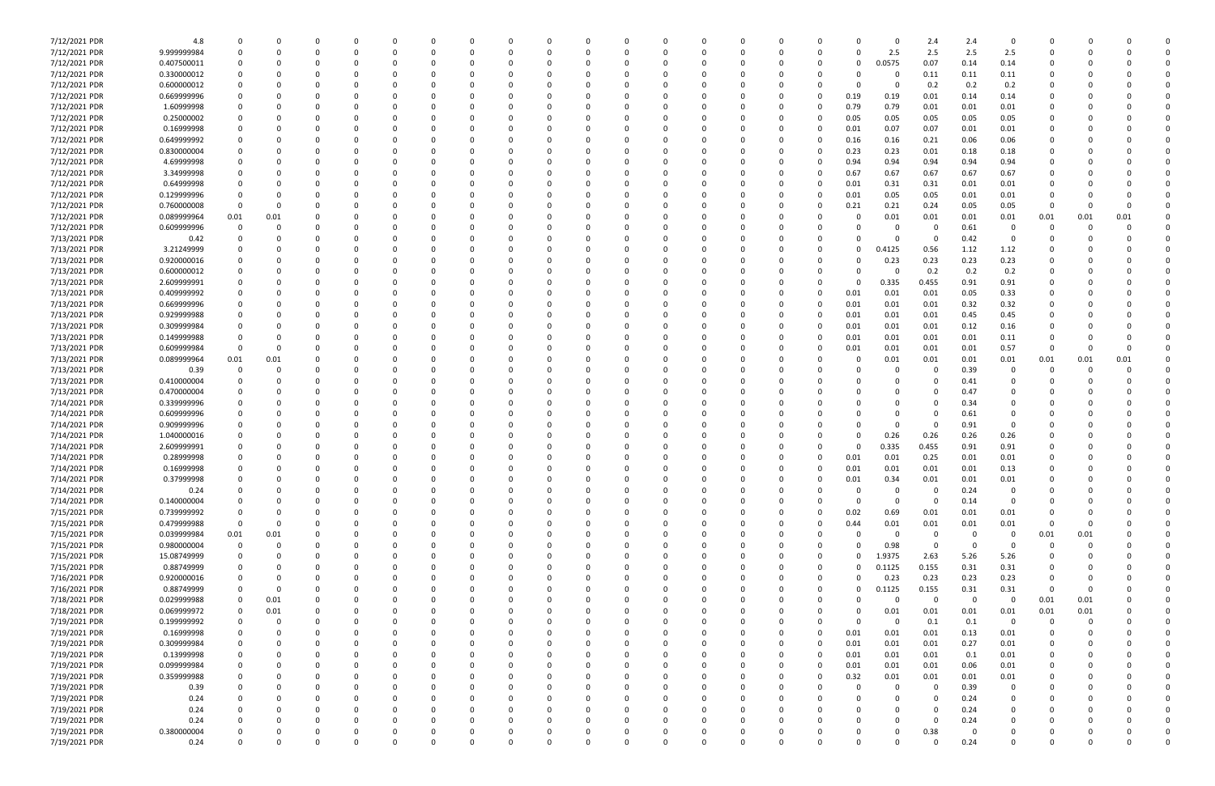| | | | | | | | | | | | | | | | | | | | | | | | | | | | |
|---|---|---|---|---|---|---|---|---|---|---|---|---|---|---|---|---|---|---|---|---|---|---|---|---|---|---|---|
| 7/12/2021 PDR | 4.8 | 0 | 0 | 0 | 0 | 0 | 0 | 0 | 0 | 0 | 0 | 0 | 0 | 0 | 0 | 0 | 0 | 0 | 0 | 0 | 2.4 | 2.4 | 0 | 0 | 0 | 0 | 0 |
| 7/12/2021 PDR | 9.999999984 | 0 | 0 | 0 | 0 | 0 | 0 | 0 | 0 | 0 | 0 | 0 | 0 | 0 | 0 | 0 | 0 | 0 | 0 | 2.5 | 2.5 | 2.5 | 2.5 | 0 | 0 | 0 | 0 |
| 7/12/2021 PDR | 0.407500011 | 0 | 0 | 0 | 0 | 0 | 0 | 0 | 0 | 0 | 0 | 0 | 0 | 0 | 0 | 0 | 0 | 0 | 0 | 0.0575 | 0.07 | 0.14 | 0.14 | 0 | 0 | 0 | 0 |
| 7/12/2021 PDR | 0.330000012 | 0 | 0 | 0 | 0 | 0 | 0 | 0 | 0 | 0 | 0 | 0 | 0 | 0 | 0 | 0 | 0 | 0 | 0 | 0 | 0.11 | 0.11 | 0.11 | 0 | 0 | 0 | 0 |
| 7/12/2021 PDR | 0.600000012 | 0 | 0 | 0 | 0 | 0 | 0 | 0 | 0 | 0 | 0 | 0 | 0 | 0 | 0 | 0 | 0 | 0 | 0 | 0 | 0.2 | 0.2 | 0.2 | 0 | 0 | 0 | 0 |
| 7/12/2021 PDR | 0.669999996 | 0 | 0 | 0 | 0 | 0 | 0 | 0 | 0 | 0 | 0 | 0 | 0 | 0 | 0 | 0 | 0 | 0 | 0.19 | 0.19 | 0.01 | 0.14 | 0.14 | 0 | 0 | 0 | 0 |
| 7/12/2021 PDR | 1.60999998 | 0 | 0 | 0 | 0 | 0 | 0 | 0 | 0 | 0 | 0 | 0 | 0 | 0 | 0 | 0 | 0 | 0 | 0.79 | 0.79 | 0.01 | 0.01 | 0.01 | 0 | 0 | 0 | 0 |
| 7/12/2021 PDR | 0.25000002 | 0 | 0 | 0 | 0 | 0 | 0 | 0 | 0 | 0 | 0 | 0 | 0 | 0 | 0 | 0 | 0 | 0 | 0.05 | 0.05 | 0.05 | 0.05 | 0.05 | 0 | 0 | 0 | 0 |
| 7/12/2021 PDR | 0.16999998 | 0 | 0 | 0 | 0 | 0 | 0 | 0 | 0 | 0 | 0 | 0 | 0 | 0 | 0 | 0 | 0 | 0 | 0.01 | 0.07 | 0.07 | 0.01 | 0.01 | 0 | 0 | 0 | 0 |
| 7/12/2021 PDR | 0.649999992 | 0 | 0 | 0 | 0 | 0 | 0 | 0 | 0 | 0 | 0 | 0 | 0 | 0 | 0 | 0 | 0 | 0 | 0.16 | 0.16 | 0.21 | 0.06 | 0.06 | 0 | 0 | 0 | 0 |
| 7/12/2021 PDR | 0.830000004 | 0 | 0 | 0 | 0 | 0 | 0 | 0 | 0 | 0 | 0 | 0 | 0 | 0 | 0 | 0 | 0 | 0 | 0.23 | 0.23 | 0.01 | 0.18 | 0.18 | 0 | 0 | 0 | 0 |
| 7/12/2021 PDR | 4.69999998 | 0 | 0 | 0 | 0 | 0 | 0 | 0 | 0 | 0 | 0 | 0 | 0 | 0 | 0 | 0 | 0 | 0 | 0.94 | 0.94 | 0.94 | 0.94 | 0.94 | 0 | 0 | 0 | 0 |
| 7/12/2021 PDR | 3.34999998 | 0 | 0 | 0 | 0 | 0 | 0 | 0 | 0 | 0 | 0 | 0 | 0 | 0 | 0 | 0 | 0 | 0 | 0.67 | 0.67 | 0.67 | 0.67 | 0.67 | 0 | 0 | 0 | 0 |
| 7/12/2021 PDR | 0.64999998 | 0 | 0 | 0 | 0 | 0 | 0 | 0 | 0 | 0 | 0 | 0 | 0 | 0 | 0 | 0 | 0 | 0 | 0.01 | 0.31 | 0.31 | 0.01 | 0.01 | 0 | 0 | 0 | 0 |
| 7/12/2021 PDR | 0.129999996 | 0 | 0 | 0 | 0 | 0 | 0 | 0 | 0 | 0 | 0 | 0 | 0 | 0 | 0 | 0 | 0 | 0 | 0.01 | 0.05 | 0.05 | 0.01 | 0.01 | 0 | 0 | 0 | 0 |
| 7/12/2021 PDR | 0.760000008 | 0 | 0 | 0 | 0 | 0 | 0 | 0 | 0 | 0 | 0 | 0 | 0 | 0 | 0 | 0 | 0 | 0 | 0.21 | 0.21 | 0.24 | 0.05 | 0.05 | 0 | 0 | 0 | 0 |
| 7/12/2021 PDR | 0.089999964 | 0.01 | 0.01 | 0 | 0 | 0 | 0 | 0 | 0 | 0 | 0 | 0 | 0 | 0 | 0 | 0 | 0 | 0 | 0 | 0.01 | 0.01 | 0.01 | 0.01 | 0.01 | 0.01 | 0.01 | 0 |
| 7/12/2021 PDR | 0.609999996 | 0 | 0 | 0 | 0 | 0 | 0 | 0 | 0 | 0 | 0 | 0 | 0 | 0 | 0 | 0 | 0 | 0 | 0 | 0 | 0 | 0.61 | 0 | 0 | 0 | 0 | 0 |
| 7/13/2021 PDR | 0.42 | 0 | 0 | 0 | 0 | 0 | 0 | 0 | 0 | 0 | 0 | 0 | 0 | 0 | 0 | 0 | 0 | 0 | 0 | 0 | 0 | 0.42 | 0 | 0 | 0 | 0 | 0 |
| 7/13/2021 PDR | 3.21249999 | 0 | 0 | 0 | 0 | 0 | 0 | 0 | 0 | 0 | 0 | 0 | 0 | 0 | 0 | 0 | 0 | 0 | 0 | 0.4125 | 0.56 | 1.12 | 1.12 | 0 | 0 | 0 | 0 |
| 7/13/2021 PDR | 0.920000016 | 0 | 0 | 0 | 0 | 0 | 0 | 0 | 0 | 0 | 0 | 0 | 0 | 0 | 0 | 0 | 0 | 0 | 0 | 0.23 | 0.23 | 0.23 | 0.23 | 0 | 0 | 0 | 0 |
| 7/13/2021 PDR | 0.600000012 | 0 | 0 | 0 | 0 | 0 | 0 | 0 | 0 | 0 | 0 | 0 | 0 | 0 | 0 | 0 | 0 | 0 | 0 | 0 | 0.2 | 0.2 | 0.2 | 0 | 0 | 0 | 0 |
| 7/13/2021 PDR | 2.609999991 | 0 | 0 | 0 | 0 | 0 | 0 | 0 | 0 | 0 | 0 | 0 | 0 | 0 | 0 | 0 | 0 | 0 | 0 | 0.335 | 0.455 | 0.91 | 0.91 | 0 | 0 | 0 | 0 |
| 7/13/2021 PDR | 0.409999992 | 0 | 0 | 0 | 0 | 0 | 0 | 0 | 0 | 0 | 0 | 0 | 0 | 0 | 0 | 0 | 0 | 0 | 0.01 | 0.01 | 0.01 | 0.05 | 0.33 | 0 | 0 | 0 | 0 |
| 7/13/2021 PDR | 0.669999996 | 0 | 0 | 0 | 0 | 0 | 0 | 0 | 0 | 0 | 0 | 0 | 0 | 0 | 0 | 0 | 0 | 0 | 0.01 | 0.01 | 0.01 | 0.32 | 0.32 | 0 | 0 | 0 | 0 |
| 7/13/2021 PDR | 0.929999988 | 0 | 0 | 0 | 0 | 0 | 0 | 0 | 0 | 0 | 0 | 0 | 0 | 0 | 0 | 0 | 0 | 0 | 0.01 | 0.01 | 0.01 | 0.45 | 0.45 | 0 | 0 | 0 | 0 |
| 7/13/2021 PDR | 0.309999984 | 0 | 0 | 0 | 0 | 0 | 0 | 0 | 0 | 0 | 0 | 0 | 0 | 0 | 0 | 0 | 0 | 0 | 0.01 | 0.01 | 0.01 | 0.12 | 0.16 | 0 | 0 | 0 | 0 |
| 7/13/2021 PDR | 0.149999988 | 0 | 0 | 0 | 0 | 0 | 0 | 0 | 0 | 0 | 0 | 0 | 0 | 0 | 0 | 0 | 0 | 0 | 0.01 | 0.01 | 0.01 | 0.01 | 0.11 | 0 | 0 | 0 | 0 |
| 7/13/2021 PDR | 0.609999984 | 0 | 0 | 0 | 0 | 0 | 0 | 0 | 0 | 0 | 0 | 0 | 0 | 0 | 0 | 0 | 0 | 0 | 0.01 | 0.01 | 0.01 | 0.01 | 0.57 | 0 | 0 | 0 | 0 |
| 7/13/2021 PDR | 0.089999964 | 0.01 | 0.01 | 0 | 0 | 0 | 0 | 0 | 0 | 0 | 0 | 0 | 0 | 0 | 0 | 0 | 0 | 0 | 0 | 0.01 | 0.01 | 0.01 | 0.01 | 0.01 | 0.01 | 0.01 | 0 |
| 7/13/2021 PDR | 0.39 | 0 | 0 | 0 | 0 | 0 | 0 | 0 | 0 | 0 | 0 | 0 | 0 | 0 | 0 | 0 | 0 | 0 | 0 | 0 | 0 | 0.39 | 0 | 0 | 0 | 0 | 0 |
| 7/13/2021 PDR | 0.410000004 | 0 | 0 | 0 | 0 | 0 | 0 | 0 | 0 | 0 | 0 | 0 | 0 | 0 | 0 | 0 | 0 | 0 | 0 | 0 | 0 | 0.41 | 0 | 0 | 0 | 0 | 0 |
| 7/13/2021 PDR | 0.470000004 | 0 | 0 | 0 | 0 | 0 | 0 | 0 | 0 | 0 | 0 | 0 | 0 | 0 | 0 | 0 | 0 | 0 | 0 | 0 | 0 | 0.47 | 0 | 0 | 0 | 0 | 0 |
| 7/14/2021 PDR | 0.339999996 | 0 | 0 | 0 | 0 | 0 | 0 | 0 | 0 | 0 | 0 | 0 | 0 | 0 | 0 | 0 | 0 | 0 | 0 | 0 | 0 | 0.34 | 0 | 0 | 0 | 0 | 0 |
| 7/14/2021 PDR | 0.609999996 | 0 | 0 | 0 | 0 | 0 | 0 | 0 | 0 | 0 | 0 | 0 | 0 | 0 | 0 | 0 | 0 | 0 | 0 | 0 | 0 | 0.61 | 0 | 0 | 0 | 0 | 0 |
| 7/14/2021 PDR | 0.909999996 | 0 | 0 | 0 | 0 | 0 | 0 | 0 | 0 | 0 | 0 | 0 | 0 | 0 | 0 | 0 | 0 | 0 | 0 | 0 | 0 | 0.91 | 0 | 0 | 0 | 0 | 0 |
| 7/14/2021 PDR | 1.040000016 | 0 | 0 | 0 | 0 | 0 | 0 | 0 | 0 | 0 | 0 | 0 | 0 | 0 | 0 | 0 | 0 | 0 | 0 | 0.26 | 0.26 | 0.26 | 0.26 | 0 | 0 | 0 | 0 |
| 7/14/2021 PDR | 2.609999991 | 0 | 0 | 0 | 0 | 0 | 0 | 0 | 0 | 0 | 0 | 0 | 0 | 0 | 0 | 0 | 0 | 0 | 0 | 0.335 | 0.455 | 0.91 | 0.91 | 0 | 0 | 0 | 0 |
| 7/14/2021 PDR | 0.28999998 | 0 | 0 | 0 | 0 | 0 | 0 | 0 | 0 | 0 | 0 | 0 | 0 | 0 | 0 | 0 | 0 | 0 | 0.01 | 0.01 | 0.25 | 0.01 | 0.01 | 0 | 0 | 0 | 0 |
| 7/14/2021 PDR | 0.16999998 | 0 | 0 | 0 | 0 | 0 | 0 | 0 | 0 | 0 | 0 | 0 | 0 | 0 | 0 | 0 | 0 | 0 | 0.01 | 0.01 | 0.01 | 0.01 | 0.13 | 0 | 0 | 0 | 0 |
| 7/14/2021 PDR | 0.37999998 | 0 | 0 | 0 | 0 | 0 | 0 | 0 | 0 | 0 | 0 | 0 | 0 | 0 | 0 | 0 | 0 | 0 | 0.01 | 0.34 | 0.01 | 0.01 | 0.01 | 0 | 0 | 0 | 0 |
| 7/14/2021 PDR | 0.24 | 0 | 0 | 0 | 0 | 0 | 0 | 0 | 0 | 0 | 0 | 0 | 0 | 0 | 0 | 0 | 0 | 0 | 0 | 0 | 0 | 0.24 | 0 | 0 | 0 | 0 | 0 |
| 7/14/2021 PDR | 0.140000004 | 0 | 0 | 0 | 0 | 0 | 0 | 0 | 0 | 0 | 0 | 0 | 0 | 0 | 0 | 0 | 0 | 0 | 0 | 0 | 0 | 0.14 | 0 | 0 | 0 | 0 | 0 |
| 7/15/2021 PDR | 0.739999992 | 0 | 0 | 0 | 0 | 0 | 0 | 0 | 0 | 0 | 0 | 0 | 0 | 0 | 0 | 0 | 0 | 0 | 0.02 | 0.69 | 0.01 | 0.01 | 0.01 | 0 | 0 | 0 | 0 |
| 7/15/2021 PDR | 0.479999988 | 0 | 0 | 0 | 0 | 0 | 0 | 0 | 0 | 0 | 0 | 0 | 0 | 0 | 0 | 0 | 0 | 0 | 0.44 | 0.01 | 0.01 | 0.01 | 0.01 | 0 | 0 | 0 | 0 |
| 7/15/2021 PDR | 0.039999984 | 0.01 | 0.01 | 0 | 0 | 0 | 0 | 0 | 0 | 0 | 0 | 0 | 0 | 0 | 0 | 0 | 0 | 0 | 0 | 0 | 0 | 0 | 0 | 0.01 | 0.01 | 0 | 0 |
| 7/15/2021 PDR | 0.980000004 | 0 | 0 | 0 | 0 | 0 | 0 | 0 | 0 | 0 | 0 | 0 | 0 | 0 | 0 | 0 | 0 | 0 | 0 | 0.98 | 0 | 0 | 0 | 0 | 0 | 0 | 0 |
| 7/15/2021 PDR | 15.08749999 | 0 | 0 | 0 | 0 | 0 | 0 | 0 | 0 | 0 | 0 | 0 | 0 | 0 | 0 | 0 | 0 | 0 | 0 | 1.9375 | 2.63 | 5.26 | 5.26 | 0 | 0 | 0 | 0 |
| 7/15/2021 PDR | 0.88749999 | 0 | 0 | 0 | 0 | 0 | 0 | 0 | 0 | 0 | 0 | 0 | 0 | 0 | 0 | 0 | 0 | 0 | 0 | 0.1125 | 0.155 | 0.31 | 0.31 | 0 | 0 | 0 | 0 |
| 7/16/2021 PDR | 0.920000016 | 0 | 0 | 0 | 0 | 0 | 0 | 0 | 0 | 0 | 0 | 0 | 0 | 0 | 0 | 0 | 0 | 0 | 0 | 0.23 | 0.23 | 0.23 | 0.23 | 0 | 0 | 0 | 0 |
| 7/16/2021 PDR | 0.88749999 | 0 | 0 | 0 | 0 | 0 | 0 | 0 | 0 | 0 | 0 | 0 | 0 | 0 | 0 | 0 | 0 | 0 | 0 | 0.1125 | 0.155 | 0.31 | 0.31 | 0 | 0 | 0 | 0 |
| 7/18/2021 PDR | 0.029999988 | 0 | 0.01 | 0 | 0 | 0 | 0 | 0 | 0 | 0 | 0 | 0 | 0 | 0 | 0 | 0 | 0 | 0 | 0 | 0 | 0 | 0 | 0 | 0.01 | 0.01 | 0 | 0 |
| 7/18/2021 PDR | 0.069999972 | 0 | 0.01 | 0 | 0 | 0 | 0 | 0 | 0 | 0 | 0 | 0 | 0 | 0 | 0 | 0 | 0 | 0 | 0 | 0.01 | 0.01 | 0.01 | 0.01 | 0.01 | 0.01 | 0 | 0 |
| 7/18/2021 PDR | 0.199999992 | 0 | 0 | 0 | 0 | 0 | 0 | 0 | 0 | 0 | 0 | 0 | 0 | 0 | 0 | 0 | 0 | 0 | 0 | 0 | 0.1 | 0.1 | 0 | 0 | 0 | 0 | 0 |
| 7/19/2021 PDR | 0.16999998 | 0 | 0 | 0 | 0 | 0 | 0 | 0 | 0 | 0 | 0 | 0 | 0 | 0 | 0 | 0 | 0 | 0 | 0.01 | 0.01 | 0.01 | 0.13 | 0.01 | 0 | 0 | 0 | 0 |
| 7/19/2021 PDR | 0.309999984 | 0 | 0 | 0 | 0 | 0 | 0 | 0 | 0 | 0 | 0 | 0 | 0 | 0 | 0 | 0 | 0 | 0 | 0.01 | 0.01 | 0.01 | 0.27 | 0.01 | 0 | 0 | 0 | 0 |
| 7/19/2021 PDR | 0.13999998 | 0 | 0 | 0 | 0 | 0 | 0 | 0 | 0 | 0 | 0 | 0 | 0 | 0 | 0 | 0 | 0 | 0 | 0.01 | 0.01 | 0.01 | 0.1 | 0.01 | 0 | 0 | 0 | 0 |
| 7/19/2021 PDR | 0.099999984 | 0 | 0 | 0 | 0 | 0 | 0 | 0 | 0 | 0 | 0 | 0 | 0 | 0 | 0 | 0 | 0 | 0 | 0.01 | 0.01 | 0.01 | 0.06 | 0.01 | 0 | 0 | 0 | 0 |
| 7/19/2021 PDR | 0.359999988 | 0 | 0 | 0 | 0 | 0 | 0 | 0 | 0 | 0 | 0 | 0 | 0 | 0 | 0 | 0 | 0 | 0 | 0.32 | 0.01 | 0.01 | 0.01 | 0.01 | 0 | 0 | 0 | 0 |
| 7/19/2021 PDR | 0.39 | 0 | 0 | 0 | 0 | 0 | 0 | 0 | 0 | 0 | 0 | 0 | 0 | 0 | 0 | 0 | 0 | 0 | 0 | 0 | 0 | 0.39 | 0 | 0 | 0 | 0 | 0 |
| 7/19/2021 PDR | 0.24 | 0 | 0 | 0 | 0 | 0 | 0 | 0 | 0 | 0 | 0 | 0 | 0 | 0 | 0 | 0 | 0 | 0 | 0 | 0 | 0 | 0.24 | 0 | 0 | 0 | 0 | 0 |
| 7/19/2021 PDR | 0.24 | 0 | 0 | 0 | 0 | 0 | 0 | 0 | 0 | 0 | 0 | 0 | 0 | 0 | 0 | 0 | 0 | 0 | 0 | 0 | 0 | 0.24 | 0 | 0 | 0 | 0 | 0 |
| 7/19/2021 PDR | 0.24 | 0 | 0 | 0 | 0 | 0 | 0 | 0 | 0 | 0 | 0 | 0 | 0 | 0 | 0 | 0 | 0 | 0 | 0 | 0 | 0 | 0.24 | 0 | 0 | 0 | 0 | 0 |
| 7/19/2021 PDR | 0.380000004 | 0 | 0 | 0 | 0 | 0 | 0 | 0 | 0 | 0 | 0 | 0 | 0 | 0 | 0 | 0 | 0 | 0 | 0 | 0 | 0.38 | 0 | 0 | 0 | 0 | 0 | 0 |
| 7/19/2021 PDR | 0.24 | 0 | 0 | 0 | 0 | 0 | 0 | 0 | 0 | 0 | 0 | 0 | 0 | 0 | 0 | 0 | 0 | 0 | 0 | 0 | 0 | 0.24 | 0 | 0 | 0 | 0 | 0 |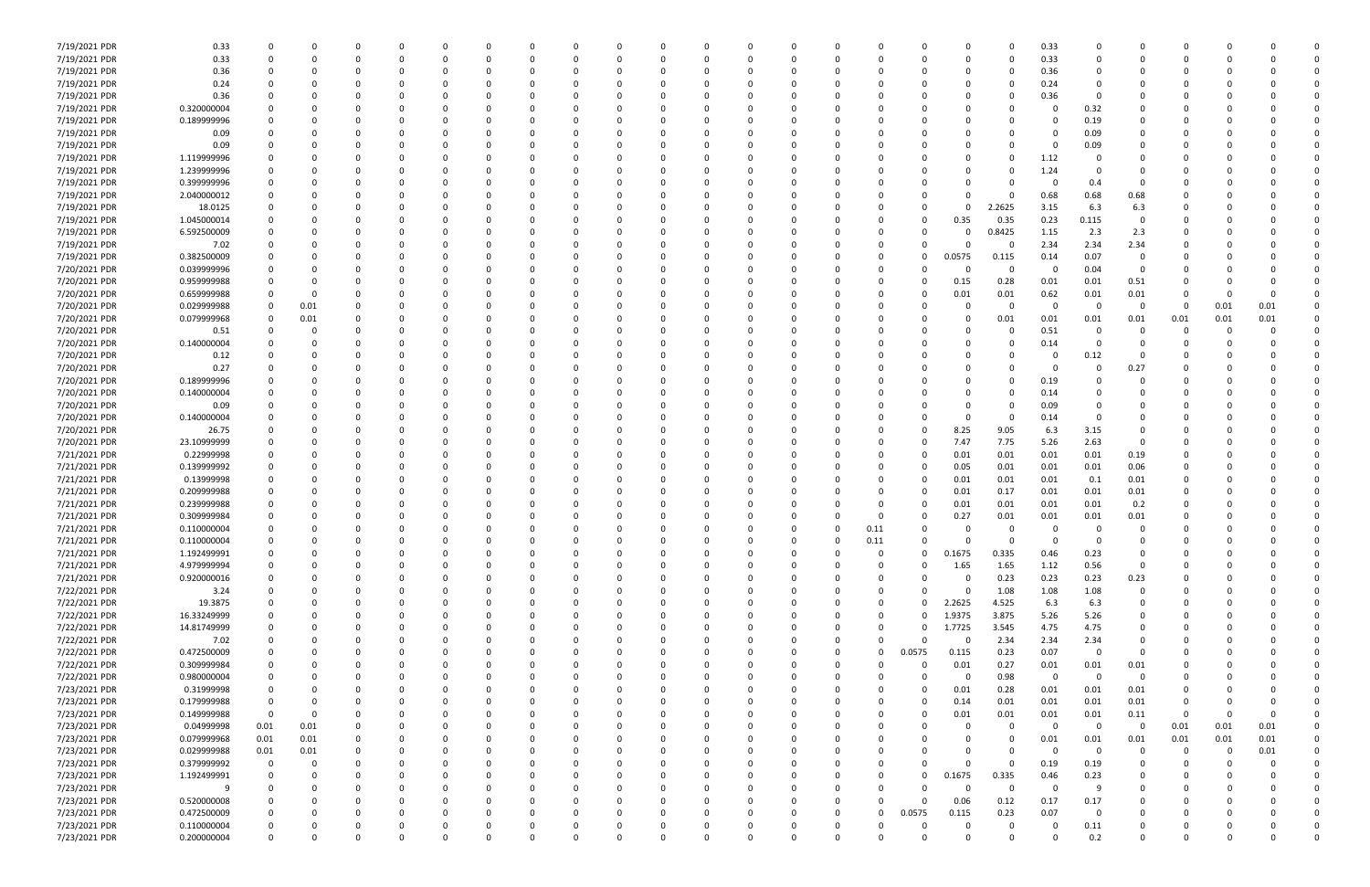| | | | | | | | | | | | | | | | | | | | | | | | | | | | | | | | | | | |
|---|---|---|---|---|---|---|---|---|---|---|---|---|---|---|---|---|---|---|---|---|---|---|---|---|---|---|---|---|---|---|---|---|---|---|
| 7/19/2021 PDR | 0.33 | 0 | 0 | 0 | 0 | 0 | 0 | 0 | 0 | 0 | 0 | 0 | 0 | 0 | 0 | 0 | 0 | 0 | 0 | 0 | 0 | 0 | 0 | 0 | 0 | 0 | 0.33 | 0 | 0 | 0 | 0 | 0 | 0 | 0 |
| 7/19/2021 PDR | 0.33 | 0 | 0 | 0 | 0 | 0 | 0 | 0 | 0 | 0 | 0 | 0 | 0 | 0 | 0 | 0 | 0 | 0 | 0 | 0 | 0 | 0 | 0 | 0 | 0 | 0 | 0.33 | 0 | 0 | 0 | 0 | 0 | 0 | 0 |
| 7/19/2021 PDR | 0.36 | 0 | 0 | 0 | 0 | 0 | 0 | 0 | 0 | 0 | 0 | 0 | 0 | 0 | 0 | 0 | 0 | 0 | 0 | 0 | 0 | 0 | 0 | 0 | 0 | 0 | 0.36 | 0 | 0 | 0 | 0 | 0 | 0 | 0 |
| 7/19/2021 PDR | 0.24 | 0 | 0 | 0 | 0 | 0 | 0 | 0 | 0 | 0 | 0 | 0 | 0 | 0 | 0 | 0 | 0 | 0 | 0 | 0 | 0 | 0 | 0 | 0 | 0 | 0 | 0.24 | 0 | 0 | 0 | 0 | 0 | 0 | 0 |
| 7/19/2021 PDR | 0.36 | 0 | 0 | 0 | 0 | 0 | 0 | 0 | 0 | 0 | 0 | 0 | 0 | 0 | 0 | 0 | 0 | 0 | 0 | 0 | 0 | 0 | 0 | 0 | 0 | 0 | 0.36 | 0 | 0 | 0 | 0 | 0 | 0 | 0 |
| 7/19/2021 PDR | 0.320000004 | 0 | 0 | 0 | 0 | 0 | 0 | 0 | 0 | 0 | 0 | 0 | 0 | 0 | 0 | 0 | 0 | 0 | 0 | 0 | 0 | 0 | 0 | 0 | 0 | 0 | 0 | 0.32 | 0 | 0 | 0 | 0 | 0 | 0 |
| 7/19/2021 PDR | 0.189999996 | 0 | 0 | 0 | 0 | 0 | 0 | 0 | 0 | 0 | 0 | 0 | 0 | 0 | 0 | 0 | 0 | 0 | 0 | 0 | 0 | 0 | 0 | 0 | 0 | 0 | 0 | 0.19 | 0 | 0 | 0 | 0 | 0 | 0 |
| 7/19/2021 PDR | 0.09 | 0 | 0 | 0 | 0 | 0 | 0 | 0 | 0 | 0 | 0 | 0 | 0 | 0 | 0 | 0 | 0 | 0 | 0 | 0 | 0 | 0 | 0 | 0 | 0 | 0 | 0 | 0.09 | 0 | 0 | 0 | 0 | 0 | 0 |
| 7/19/2021 PDR | 0.09 | 0 | 0 | 0 | 0 | 0 | 0 | 0 | 0 | 0 | 0 | 0 | 0 | 0 | 0 | 0 | 0 | 0 | 0 | 0 | 0 | 0 | 0 | 0 | 0 | 0 | 0 | 0.09 | 0 | 0 | 0 | 0 | 0 | 0 |
| 7/19/2021 PDR | 1.119999996 | 0 | 0 | 0 | 0 | 0 | 0 | 0 | 0 | 0 | 0 | 0 | 0 | 0 | 0 | 0 | 0 | 0 | 0 | 0 | 0 | 0 | 0 | 0 | 0 | 0 | 1.12 | 0 | 0 | 0 | 0 | 0 | 0 | 0 |
| 7/19/2021 PDR | 1.239999996 | 0 | 0 | 0 | 0 | 0 | 0 | 0 | 0 | 0 | 0 | 0 | 0 | 0 | 0 | 0 | 0 | 0 | 0 | 0 | 0 | 0 | 0 | 0 | 0 | 0 | 1.24 | 0 | 0 | 0 | 0 | 0 | 0 | 0 |
| 7/19/2021 PDR | 0.399999996 | 0 | 0 | 0 | 0 | 0 | 0 | 0 | 0 | 0 | 0 | 0 | 0 | 0 | 0 | 0 | 0 | 0 | 0 | 0 | 0 | 0 | 0 | 0 | 0 | 0 | 0 | 0.4 | 0 | 0 | 0 | 0 | 0 | 0 |
| 7/19/2021 PDR | 2.040000012 | 0 | 0 | 0 | 0 | 0 | 0 | 0 | 0 | 0 | 0 | 0 | 0 | 0 | 0 | 0 | 0 | 0 | 0 | 0 | 0 | 0 | 0 | 0 | 0 | 0 | 0.68 | 0.68 | 0.68 | 0 | 0 | 0 | 0 | 0 |
| 7/19/2021 PDR | 18.0125 | 0 | 0 | 0 | 0 | 0 | 0 | 0 | 0 | 0 | 0 | 0 | 0 | 0 | 0 | 0 | 0 | 0 | 0 | 0 | 0 | 0 | 0 | 0 | 0 | 2.2625 | 3.15 | 6.3 | 6.3 | 0 | 0 | 0 | 0 | 0 |
| 7/19/2021 PDR | 1.045000014 | 0 | 0 | 0 | 0 | 0 | 0 | 0 | 0 | 0 | 0 | 0 | 0 | 0 | 0 | 0 | 0 | 0 | 0 | 0 | 0 | 0 | 0 | 0 | 0.35 | 0.35 | 0.23 | 0.115 | 0 | 0 | 0 | 0 | 0 | 0 |
| 7/19/2021 PDR | 6.592500009 | 0 | 0 | 0 | 0 | 0 | 0 | 0 | 0 | 0 | 0 | 0 | 0 | 0 | 0 | 0 | 0 | 0 | 0 | 0 | 0 | 0 | 0 | 0 | 0 | 0.8425 | 1.15 | 2.3 | 2.3 | 0 | 0 | 0 | 0 | 0 |
| 7/19/2021 PDR | 7.02 | 0 | 0 | 0 | 0 | 0 | 0 | 0 | 0 | 0 | 0 | 0 | 0 | 0 | 0 | 0 | 0 | 0 | 0 | 0 | 0 | 0 | 0 | 0 | 0 | 0 | 2.34 | 2.34 | 2.34 | 0 | 0 | 0 | 0 | 0 |
| 7/19/2021 PDR | 0.382500009 | 0 | 0 | 0 | 0 | 0 | 0 | 0 | 0 | 0 | 0 | 0 | 0 | 0 | 0 | 0 | 0 | 0 | 0 | 0 | 0 | 0 | 0 | 0 | 0.0575 | 0.115 | 0.14 | 0.07 | 0 | 0 | 0 | 0 | 0 | 0 |
| 7/20/2021 PDR | 0.039999996 | 0 | 0 | 0 | 0 | 0 | 0 | 0 | 0 | 0 | 0 | 0 | 0 | 0 | 0 | 0 | 0 | 0 | 0 | 0 | 0 | 0 | 0 | 0 | 0 | 0 | 0 | 0.04 | 0 | 0 | 0 | 0 | 0 | 0 |
| 7/20/2021 PDR | 0.959999988 | 0 | 0 | 0 | 0 | 0 | 0 | 0 | 0 | 0 | 0 | 0 | 0 | 0 | 0 | 0 | 0 | 0 | 0 | 0 | 0 | 0 | 0 | 0 | 0.15 | 0.28 | 0.01 | 0.01 | 0.51 | 0 | 0 | 0 | 0 | 0 |
| 7/20/2021 PDR | 0.659999988 | 0 | 0 | 0 | 0 | 0 | 0 | 0 | 0 | 0 | 0 | 0 | 0 | 0 | 0 | 0 | 0 | 0 | 0 | 0 | 0 | 0 | 0 | 0 | 0.01 | 0.01 | 0.62 | 0.01 | 0.01 | 0 | 0 | 0 | 0 | 0 |
| 7/20/2021 PDR | 0.029999988 | 0 | 0.01 | 0 | 0 | 0 | 0 | 0 | 0 | 0 | 0 | 0 | 0 | 0 | 0 | 0 | 0 | 0 | 0 | 0 | 0 | 0 | 0 | 0 | 0 | 0 | 0 | 0 | 0 | 0 | 0 | 0.01 | 0.01 | 0 |
| 7/20/2021 PDR | 0.079999968 | 0 | 0.01 | 0 | 0 | 0 | 0 | 0 | 0 | 0 | 0 | 0 | 0 | 0 | 0 | 0 | 0 | 0 | 0 | 0 | 0 | 0 | 0 | 0 | 0 | 0 | 0.01 | 0.01 | 0.01 | 0.01 | 0.01 | 0.01 | 0.01 | 0 |
| 7/20/2021 PDR | 0.51 | 0 | 0 | 0 | 0 | 0 | 0 | 0 | 0 | 0 | 0 | 0 | 0 | 0 | 0 | 0 | 0 | 0 | 0 | 0 | 0 | 0 | 0 | 0 | 0 | 0 | 0.51 | 0 | 0 | 0 | 0 | 0 | 0 | 0 |
| 7/20/2021 PDR | 0.140000004 | 0 | 0 | 0 | 0 | 0 | 0 | 0 | 0 | 0 | 0 | 0 | 0 | 0 | 0 | 0 | 0 | 0 | 0 | 0 | 0 | 0 | 0 | 0 | 0 | 0 | 0.14 | 0 | 0 | 0 | 0 | 0 | 0 | 0 |
| 7/20/2021 PDR | 0.12 | 0 | 0 | 0 | 0 | 0 | 0 | 0 | 0 | 0 | 0 | 0 | 0 | 0 | 0 | 0 | 0 | 0 | 0 | 0 | 0 | 0 | 0 | 0 | 0 | 0 | 0 | 0.12 | 0 | 0 | 0 | 0 | 0 | 0 |
| 7/20/2021 PDR | 0.27 | 0 | 0 | 0 | 0 | 0 | 0 | 0 | 0 | 0 | 0 | 0 | 0 | 0 | 0 | 0 | 0 | 0 | 0 | 0 | 0 | 0 | 0 | 0 | 0 | 0 | 0 | 0 | 0.27 | 0 | 0 | 0 | 0 | 0 |
| 7/20/2021 PDR | 0.189999996 | 0 | 0 | 0 | 0 | 0 | 0 | 0 | 0 | 0 | 0 | 0 | 0 | 0 | 0 | 0 | 0 | 0 | 0 | 0 | 0 | 0 | 0 | 0 | 0 | 0 | 0.19 | 0 | 0 | 0 | 0 | 0 | 0 | 0 |
| 7/20/2021 PDR | 0.140000004 | 0 | 0 | 0 | 0 | 0 | 0 | 0 | 0 | 0 | 0 | 0 | 0 | 0 | 0 | 0 | 0 | 0 | 0 | 0 | 0 | 0 | 0 | 0 | 0 | 0 | 0.14 | 0 | 0 | 0 | 0 | 0 | 0 | 0 |
| 7/20/2021 PDR | 0.09 | 0 | 0 | 0 | 0 | 0 | 0 | 0 | 0 | 0 | 0 | 0 | 0 | 0 | 0 | 0 | 0 | 0 | 0 | 0 | 0 | 0 | 0 | 0 | 0 | 0 | 0.09 | 0 | 0 | 0 | 0 | 0 | 0 | 0 |
| 7/20/2021 PDR | 0.140000004 | 0 | 0 | 0 | 0 | 0 | 0 | 0 | 0 | 0 | 0 | 0 | 0 | 0 | 0 | 0 | 0 | 0 | 0 | 0 | 0 | 0 | 0 | 0 | 0 | 0 | 0.14 | 0 | 0 | 0 | 0 | 0 | 0 | 0 |
| 7/20/2021 PDR | 26.75 | 0 | 0 | 0 | 0 | 0 | 0 | 0 | 0 | 0 | 0 | 0 | 0 | 0 | 0 | 0 | 0 | 0 | 0 | 0 | 0 | 0 | 0 | 0 | 8.25 | 9.05 | 6.3 | 3.15 | 0 | 0 | 0 | 0 | 0 | 0 |
| 7/20/2021 PDR | 23.10999999 | 0 | 0 | 0 | 0 | 0 | 0 | 0 | 0 | 0 | 0 | 0 | 0 | 0 | 0 | 0 | 0 | 0 | 0 | 0 | 0 | 0 | 0 | 0 | 7.47 | 7.75 | 5.26 | 2.63 | 0 | 0 | 0 | 0 | 0 | 0 |
| 7/21/2021 PDR | 0.22999998 | 0 | 0 | 0 | 0 | 0 | 0 | 0 | 0 | 0 | 0 | 0 | 0 | 0 | 0 | 0 | 0 | 0 | 0 | 0 | 0 | 0 | 0 | 0 | 0.01 | 0.01 | 0.01 | 0.01 | 0.19 | 0 | 0 | 0 | 0 | 0 |
| 7/21/2021 PDR | 0.139999992 | 0 | 0 | 0 | 0 | 0 | 0 | 0 | 0 | 0 | 0 | 0 | 0 | 0 | 0 | 0 | 0 | 0 | 0 | 0 | 0 | 0 | 0 | 0 | 0.05 | 0.01 | 0.01 | 0.01 | 0.06 | 0 | 0 | 0 | 0 | 0 |
| 7/21/2021 PDR | 0.13999998 | 0 | 0 | 0 | 0 | 0 | 0 | 0 | 0 | 0 | 0 | 0 | 0 | 0 | 0 | 0 | 0 | 0 | 0 | 0 | 0 | 0 | 0 | 0 | 0.01 | 0.01 | 0.01 | 0.1 | 0.01 | 0 | 0 | 0 | 0 | 0 |
| 7/21/2021 PDR | 0.209999988 | 0 | 0 | 0 | 0 | 0 | 0 | 0 | 0 | 0 | 0 | 0 | 0 | 0 | 0 | 0 | 0 | 0 | 0 | 0 | 0 | 0 | 0 | 0 | 0.01 | 0.17 | 0.01 | 0.01 | 0.01 | 0 | 0 | 0 | 0 | 0 |
| 7/21/2021 PDR | 0.239999988 | 0 | 0 | 0 | 0 | 0 | 0 | 0 | 0 | 0 | 0 | 0 | 0 | 0 | 0 | 0 | 0 | 0 | 0 | 0 | 0 | 0 | 0 | 0 | 0.01 | 0.01 | 0.01 | 0.01 | 0.2 | 0 | 0 | 0 | 0 | 0 |
| 7/21/2021 PDR | 0.309999984 | 0 | 0 | 0 | 0 | 0 | 0 | 0 | 0 | 0 | 0 | 0 | 0 | 0 | 0 | 0 | 0 | 0 | 0 | 0 | 0 | 0 | 0 | 0 | 0.27 | 0.01 | 0.01 | 0.01 | 0.01 | 0 | 0 | 0 | 0 | 0 |
| 7/21/2021 PDR | 0.110000004 | 0 | 0 | 0 | 0 | 0 | 0 | 0 | 0 | 0 | 0 | 0 | 0 | 0 | 0 | 0 | 0 | 0 | 0 | 0 | 0 | 0 | 0.11 | 0 | 0 | 0 | 0 | 0 | 0 | 0 | 0 | 0 | 0 | 0 |
| 7/21/2021 PDR | 0.110000004 | 0 | 0 | 0 | 0 | 0 | 0 | 0 | 0 | 0 | 0 | 0 | 0 | 0 | 0 | 0 | 0 | 0 | 0 | 0 | 0 | 0 | 0.11 | 0 | 0 | 0 | 0 | 0 | 0 | 0 | 0 | 0 | 0 | 0 |
| 7/21/2021 PDR | 1.192499991 | 0 | 0 | 0 | 0 | 0 | 0 | 0 | 0 | 0 | 0 | 0 | 0 | 0 | 0 | 0 | 0 | 0 | 0 | 0 | 0 | 0 | 0 | 0 | 0.1675 | 0.335 | 0.46 | 0.23 | 0 | 0 | 0 | 0 | 0 | 0 |
| 7/21/2021 PDR | 4.979999994 | 0 | 0 | 0 | 0 | 0 | 0 | 0 | 0 | 0 | 0 | 0 | 0 | 0 | 0 | 0 | 0 | 0 | 0 | 0 | 0 | 0 | 0 | 0 | 1.65 | 1.65 | 1.12 | 0.56 | 0 | 0 | 0 | 0 | 0 | 0 |
| 7/21/2021 PDR | 0.920000016 | 0 | 0 | 0 | 0 | 0 | 0 | 0 | 0 | 0 | 0 | 0 | 0 | 0 | 0 | 0 | 0 | 0 | 0 | 0 | 0 | 0 | 0 | 0 | 0 | 0.23 | 0.23 | 0.23 | 0.23 | 0 | 0 | 0 | 0 | 0 |
| 7/22/2021 PDR | 3.24 | 0 | 0 | 0 | 0 | 0 | 0 | 0 | 0 | 0 | 0 | 0 | 0 | 0 | 0 | 0 | 0 | 0 | 0 | 0 | 0 | 0 | 0 | 0 | 0 | 1.08 | 1.08 | 1.08 | 0 | 0 | 0 | 0 | 0 | 0 |
| 7/22/2021 PDR | 19.3875 | 0 | 0 | 0 | 0 | 0 | 0 | 0 | 0 | 0 | 0 | 0 | 0 | 0 | 0 | 0 | 0 | 0 | 0 | 0 | 0 | 0 | 0 | 0 | 2.2625 | 4.525 | 6.3 | 6.3 | 0 | 0 | 0 | 0 | 0 | 0 |
| 7/22/2021 PDR | 16.33249999 | 0 | 0 | 0 | 0 | 0 | 0 | 0 | 0 | 0 | 0 | 0 | 0 | 0 | 0 | 0 | 0 | 0 | 0 | 0 | 0 | 0 | 0 | 0 | 1.9375 | 3.875 | 5.26 | 5.26 | 0 | 0 | 0 | 0 | 0 | 0 |
| 7/22/2021 PDR | 14.81749999 | 0 | 0 | 0 | 0 | 0 | 0 | 0 | 0 | 0 | 0 | 0 | 0 | 0 | 0 | 0 | 0 | 0 | 0 | 0 | 0 | 0 | 0 | 0 | 1.7725 | 3.545 | 4.75 | 4.75 | 0 | 0 | 0 | 0 | 0 | 0 |
| 7/22/2021 PDR | 7.02 | 0 | 0 | 0 | 0 | 0 | 0 | 0 | 0 | 0 | 0 | 0 | 0 | 0 | 0 | 0 | 0 | 0 | 0 | 0 | 0 | 0 | 0 | 0 | 0 | 2.34 | 2.34 | 2.34 | 0 | 0 | 0 | 0 | 0 | 0 |
| 7/22/2021 PDR | 0.472500009 | 0 | 0 | 0 | 0 | 0 | 0 | 0 | 0 | 0 | 0 | 0 | 0 | 0 | 0 | 0 | 0 | 0 | 0 | 0 | 0 | 0 | 0 | 0.0575 | 0.115 | 0.23 | 0.07 | 0 | 0 | 0 | 0 | 0 | 0 | 0 |
| 7/22/2021 PDR | 0.309999984 | 0 | 0 | 0 | 0 | 0 | 0 | 0 | 0 | 0 | 0 | 0 | 0 | 0 | 0 | 0 | 0 | 0 | 0 | 0 | 0 | 0 | 0 | 0 | 0.01 | 0.27 | 0.01 | 0.01 | 0.01 | 0 | 0 | 0 | 0 | 0 |
| 7/22/2021 PDR | 0.980000004 | 0 | 0 | 0 | 0 | 0 | 0 | 0 | 0 | 0 | 0 | 0 | 0 | 0 | 0 | 0 | 0 | 0 | 0 | 0 | 0 | 0 | 0 | 0 | 0 | 0.98 | 0 | 0 | 0 | 0 | 0 | 0 | 0 | 0 |
| 7/23/2021 PDR | 0.31999998 | 0 | 0 | 0 | 0 | 0 | 0 | 0 | 0 | 0 | 0 | 0 | 0 | 0 | 0 | 0 | 0 | 0 | 0 | 0 | 0 | 0 | 0 | 0 | 0.01 | 0.28 | 0.01 | 0.01 | 0.01 | 0 | 0 | 0 | 0 | 0 |
| 7/23/2021 PDR | 0.179999988 | 0 | 0 | 0 | 0 | 0 | 0 | 0 | 0 | 0 | 0 | 0 | 0 | 0 | 0 | 0 | 0 | 0 | 0 | 0 | 0 | 0 | 0 | 0 | 0.14 | 0.01 | 0.01 | 0.01 | 0.01 | 0 | 0 | 0 | 0 | 0 |
| 7/23/2021 PDR | 0.149999988 | 0 | 0 | 0 | 0 | 0 | 0 | 0 | 0 | 0 | 0 | 0 | 0 | 0 | 0 | 0 | 0 | 0 | 0 | 0 | 0 | 0 | 0 | 0 | 0.01 | 0.01 | 0.01 | 0.01 | 0.11 | 0 | 0 | 0 | 0 | 0 |
| 7/23/2021 PDR | 0.04999998 | 0.01 | 0.01 | 0 | 0 | 0 | 0 | 0 | 0 | 0 | 0 | 0 | 0 | 0 | 0 | 0 | 0 | 0 | 0 | 0 | 0 | 0 | 0 | 0 | 0 | 0 | 0 | 0 | 0 | 0 | 0.01 | 0.01 | 0.01 | 0 |
| 7/23/2021 PDR | 0.079999968 | 0.01 | 0.01 | 0 | 0 | 0 | 0 | 0 | 0 | 0 | 0 | 0 | 0 | 0 | 0 | 0 | 0 | 0 | 0 | 0 | 0 | 0 | 0 | 0 | 0 | 0 | 0 | 0.01 | 0.01 | 0.01 | 0.01 | 0.01 | 0.01 | 0 |
| 7/23/2021 PDR | 0.029999988 | 0.01 | 0.01 | 0 | 0 | 0 | 0 | 0 | 0 | 0 | 0 | 0 | 0 | 0 | 0 | 0 | 0 | 0 | 0 | 0 | 0 | 0 | 0 | 0 | 0 | 0 | 0 | 0 | 0 | 0 | 0 | 0 | 0.01 | 0 |
| 7/23/2021 PDR | 0.379999992 | 0 | 0 | 0 | 0 | 0 | 0 | 0 | 0 | 0 | 0 | 0 | 0 | 0 | 0 | 0 | 0 | 0 | 0 | 0 | 0 | 0 | 0 | 0 | 0 | 0 | 0.19 | 0.19 | 0 | 0 | 0 | 0 | 0 | 0 |
| 7/23/2021 PDR | 1.192499991 | 0 | 0 | 0 | 0 | 0 | 0 | 0 | 0 | 0 | 0 | 0 | 0 | 0 | 0 | 0 | 0 | 0 | 0 | 0 | 0 | 0 | 0 | 0 | 0.1675 | 0.335 | 0.46 | 0.23 | 0 | 0 | 0 | 0 | 0 | 0 |
| 7/23/2021 PDR | 9 | 0 | 0 | 0 | 0 | 0 | 0 | 0 | 0 | 0 | 0 | 0 | 0 | 0 | 0 | 0 | 0 | 0 | 0 | 0 | 0 | 0 | 0 | 0 | 0 | 0 | 0 | 9 | 0 | 0 | 0 | 0 | 0 | 0 |
| 7/23/2021 PDR | 0.520000008 | 0 | 0 | 0 | 0 | 0 | 0 | 0 | 0 | 0 | 0 | 0 | 0 | 0 | 0 | 0 | 0 | 0 | 0 | 0 | 0 | 0 | 0 | 0 | 0.06 | 0.12 | 0.17 | 0.17 | 0 | 0 | 0 | 0 | 0 | 0 |
| 7/23/2021 PDR | 0.472500009 | 0 | 0 | 0 | 0 | 0 | 0 | 0 | 0 | 0 | 0 | 0 | 0 | 0 | 0 | 0 | 0 | 0 | 0 | 0 | 0 | 0 | 0 | 0.0575 | 0.115 | 0.23 | 0.07 | 0 | 0 | 0 | 0 | 0 | 0 | 0 |
| 7/23/2021 PDR | 0.110000004 | 0 | 0 | 0 | 0 | 0 | 0 | 0 | 0 | 0 | 0 | 0 | 0 | 0 | 0 | 0 | 0 | 0 | 0 | 0 | 0 | 0 | 0 | 0 | 0 | 0 | 0 | 0.11 | 0 | 0 | 0 | 0 | 0 | 0 |
| 7/23/2021 PDR | 0.200000004 | 0 | 0 | 0 | 0 | 0 | 0 | 0 | 0 | 0 | 0 | 0 | 0 | 0 | 0 | 0 | 0 | 0 | 0 | 0 | 0 | 0 | 0 | 0 | 0 | 0 | 0 | 0.2 | 0 | 0 | 0 | 0 | 0 | 0 |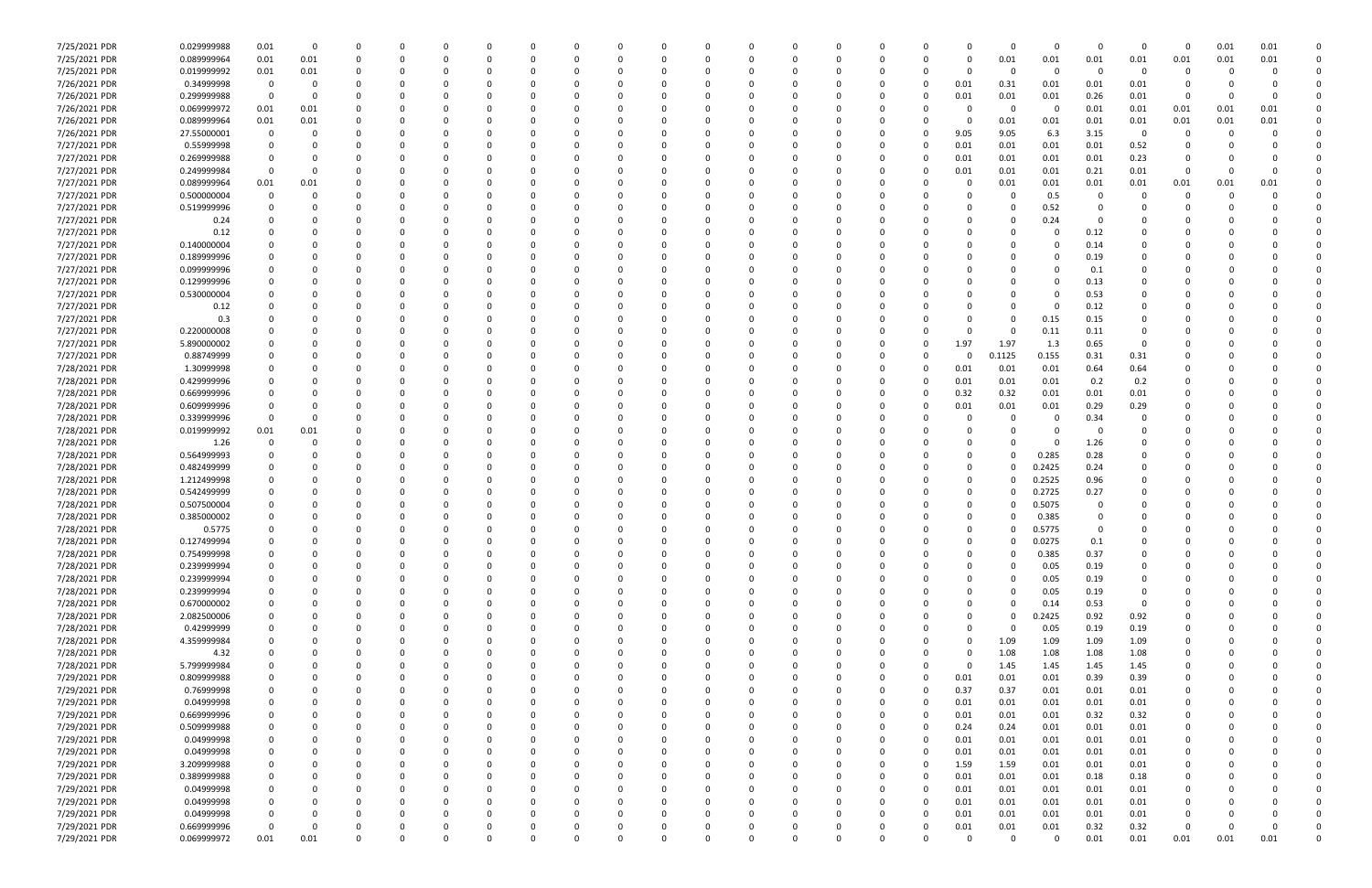| | | | | | | | | | | | | | | | | | | | | | | | | | |
|---|---|---|---|---|---|---|---|---|---|---|---|---|---|---|---|---|---|---|---|---|---|---|---|---|---|
| 7/25/2021 PDR | 0.029999988 | 0.01 | 0 | 0 | 0 | 0 | 0 | 0 | 0 | 0 | 0 | 0 | 0 | 0 | 0 | 0 | 0 | 0 | 0 | 0 | 0 | 0 | 0.01 | 0.01 | 0 |
| 7/25/2021 PDR | 0.089999964 | 0.01 | 0.01 | 0 | 0 | 0 | 0 | 0 | 0 | 0 | 0 | 0 | 0 | 0 | 0 | 0 | 0 | 0.01 | 0.01 | 0.01 | 0.01 | 0.01 | 0.01 | 0.01 | 0 |
| 7/25/2021 PDR | 0.019999992 | 0.01 | 0.01 | 0 | 0 | 0 | 0 | 0 | 0 | 0 | 0 | 0 | 0 | 0 | 0 | 0 | 0 | 0 | 0 | 0 | 0 | 0 | 0 | 0 | 0 |
| 7/26/2021 PDR | 0.34999998 | 0 | 0 | 0 | 0 | 0 | 0 | 0 | 0 | 0 | 0 | 0 | 0 | 0 | 0 | 0 | 0.01 | 0.31 | 0.01 | 0.01 | 0.01 | 0 | 0 | 0 | 0 |
| 7/26/2021 PDR | 0.299999988 | 0 | 0 | 0 | 0 | 0 | 0 | 0 | 0 | 0 | 0 | 0 | 0 | 0 | 0 | 0 | 0.01 | 0.01 | 0.01 | 0.26 | 0.01 | 0 | 0 | 0 | 0 |
| 7/26/2021 PDR | 0.069999972 | 0.01 | 0.01 | 0 | 0 | 0 | 0 | 0 | 0 | 0 | 0 | 0 | 0 | 0 | 0 | 0 | 0 | 0 | 0 | 0.01 | 0.01 | 0.01 | 0.01 | 0.01 | 0 |
| 7/26/2021 PDR | 0.089999964 | 0.01 | 0.01 | 0 | 0 | 0 | 0 | 0 | 0 | 0 | 0 | 0 | 0 | 0 | 0 | 0 | 0 | 0.01 | 0.01 | 0.01 | 0.01 | 0.01 | 0.01 | 0.01 | 0 |
| 7/26/2021 PDR | 27.55000001 | 0 | 0 | 0 | 0 | 0 | 0 | 0 | 0 | 0 | 0 | 0 | 0 | 0 | 0 | 0 | 9.05 | 9.05 | 6.3 | 3.15 | 0 | 0 | 0 | 0 | 0 |
| 7/27/2021 PDR | 0.55999998 | 0 | 0 | 0 | 0 | 0 | 0 | 0 | 0 | 0 | 0 | 0 | 0 | 0 | 0 | 0 | 0.01 | 0.01 | 0.01 | 0.01 | 0.52 | 0 | 0 | 0 | 0 |
| 7/27/2021 PDR | 0.269999988 | 0 | 0 | 0 | 0 | 0 | 0 | 0 | 0 | 0 | 0 | 0 | 0 | 0 | 0 | 0 | 0.01 | 0.01 | 0.01 | 0.01 | 0.23 | 0 | 0 | 0 | 0 |
| 7/27/2021 PDR | 0.249999984 | 0 | 0 | 0 | 0 | 0 | 0 | 0 | 0 | 0 | 0 | 0 | 0 | 0 | 0 | 0 | 0.01 | 0.01 | 0.01 | 0.21 | 0.01 | 0 | 0 | 0 | 0 |
| 7/27/2021 PDR | 0.089999964 | 0.01 | 0.01 | 0 | 0 | 0 | 0 | 0 | 0 | 0 | 0 | 0 | 0 | 0 | 0 | 0 | 0 | 0.01 | 0.01 | 0.01 | 0.01 | 0.01 | 0.01 | 0.01 | 0 |
| 7/27/2021 PDR | 0.500000004 | 0 | 0 | 0 | 0 | 0 | 0 | 0 | 0 | 0 | 0 | 0 | 0 | 0 | 0 | 0 | 0 | 0 | 0.5 | 0 | 0 | 0 | 0 | 0 | 0 |
| 7/27/2021 PDR | 0.519999996 | 0 | 0 | 0 | 0 | 0 | 0 | 0 | 0 | 0 | 0 | 0 | 0 | 0 | 0 | 0 | 0 | 0 | 0.52 | 0 | 0 | 0 | 0 | 0 | 0 |
| 7/27/2021 PDR | 0.24 | 0 | 0 | 0 | 0 | 0 | 0 | 0 | 0 | 0 | 0 | 0 | 0 | 0 | 0 | 0 | 0 | 0 | 0.24 | 0 | 0 | 0 | 0 | 0 | 0 |
| 7/27/2021 PDR | 0.12 | 0 | 0 | 0 | 0 | 0 | 0 | 0 | 0 | 0 | 0 | 0 | 0 | 0 | 0 | 0 | 0 | 0 | 0 | 0.12 | 0 | 0 | 0 | 0 | 0 |
| 7/27/2021 PDR | 0.140000004 | 0 | 0 | 0 | 0 | 0 | 0 | 0 | 0 | 0 | 0 | 0 | 0 | 0 | 0 | 0 | 0 | 0 | 0 | 0.14 | 0 | 0 | 0 | 0 | 0 |
| 7/27/2021 PDR | 0.189999996 | 0 | 0 | 0 | 0 | 0 | 0 | 0 | 0 | 0 | 0 | 0 | 0 | 0 | 0 | 0 | 0 | 0 | 0 | 0.19 | 0 | 0 | 0 | 0 | 0 |
| 7/27/2021 PDR | 0.099999996 | 0 | 0 | 0 | 0 | 0 | 0 | 0 | 0 | 0 | 0 | 0 | 0 | 0 | 0 | 0 | 0 | 0 | 0 | 0.1 | 0 | 0 | 0 | 0 | 0 |
| 7/27/2021 PDR | 0.129999996 | 0 | 0 | 0 | 0 | 0 | 0 | 0 | 0 | 0 | 0 | 0 | 0 | 0 | 0 | 0 | 0 | 0 | 0 | 0.13 | 0 | 0 | 0 | 0 | 0 |
| 7/27/2021 PDR | 0.530000004 | 0 | 0 | 0 | 0 | 0 | 0 | 0 | 0 | 0 | 0 | 0 | 0 | 0 | 0 | 0 | 0 | 0 | 0 | 0.53 | 0 | 0 | 0 | 0 | 0 |
| 7/27/2021 PDR | 0.12 | 0 | 0 | 0 | 0 | 0 | 0 | 0 | 0 | 0 | 0 | 0 | 0 | 0 | 0 | 0 | 0 | 0 | 0 | 0.12 | 0 | 0 | 0 | 0 | 0 |
| 7/27/2021 PDR | 0.3 | 0 | 0 | 0 | 0 | 0 | 0 | 0 | 0 | 0 | 0 | 0 | 0 | 0 | 0 | 0 | 0 | 0 | 0.15 | 0.15 | 0 | 0 | 0 | 0 | 0 |
| 7/27/2021 PDR | 0.220000008 | 0 | 0 | 0 | 0 | 0 | 0 | 0 | 0 | 0 | 0 | 0 | 0 | 0 | 0 | 0 | 0 | 0 | 0.11 | 0.11 | 0 | 0 | 0 | 0 | 0 |
| 7/27/2021 PDR | 5.890000002 | 0 | 0 | 0 | 0 | 0 | 0 | 0 | 0 | 0 | 0 | 0 | 0 | 0 | 0 | 0 | 1.97 | 1.97 | 1.3 | 0.65 | 0 | 0 | 0 | 0 | 0 |
| 7/27/2021 PDR | 0.88749999 | 0 | 0 | 0 | 0 | 0 | 0 | 0 | 0 | 0 | 0 | 0 | 0 | 0 | 0 | 0 | 0 | 0.1125 | 0.155 | 0.31 | 0.31 | 0 | 0 | 0 | 0 |
| 7/28/2021 PDR | 1.30999998 | 0 | 0 | 0 | 0 | 0 | 0 | 0 | 0 | 0 | 0 | 0 | 0 | 0 | 0 | 0 | 0.01 | 0.01 | 0.01 | 0.64 | 0.64 | 0 | 0 | 0 | 0 |
| 7/28/2021 PDR | 0.429999996 | 0 | 0 | 0 | 0 | 0 | 0 | 0 | 0 | 0 | 0 | 0 | 0 | 0 | 0 | 0 | 0.01 | 0.01 | 0.01 | 0.2 | 0.2 | 0 | 0 | 0 | 0 |
| 7/28/2021 PDR | 0.669999996 | 0 | 0 | 0 | 0 | 0 | 0 | 0 | 0 | 0 | 0 | 0 | 0 | 0 | 0 | 0 | 0.32 | 0.32 | 0.01 | 0.01 | 0.01 | 0 | 0 | 0 | 0 |
| 7/28/2021 PDR | 0.609999996 | 0 | 0 | 0 | 0 | 0 | 0 | 0 | 0 | 0 | 0 | 0 | 0 | 0 | 0 | 0 | 0.01 | 0.01 | 0.01 | 0.29 | 0.29 | 0 | 0 | 0 | 0 |
| 7/28/2021 PDR | 0.339999996 | 0 | 0 | 0 | 0 | 0 | 0 | 0 | 0 | 0 | 0 | 0 | 0 | 0 | 0 | 0 | 0 | 0 | 0 | 0.34 | 0 | 0 | 0 | 0 | 0 |
| 7/28/2021 PDR | 0.019999992 | 0.01 | 0.01 | 0 | 0 | 0 | 0 | 0 | 0 | 0 | 0 | 0 | 0 | 0 | 0 | 0 | 0 | 0 | 0 | 0 | 0 | 0 | 0 | 0 | 0 |
| 7/28/2021 PDR | 1.26 | 0 | 0 | 0 | 0 | 0 | 0 | 0 | 0 | 0 | 0 | 0 | 0 | 0 | 0 | 0 | 0 | 0 | 0 | 1.26 | 0 | 0 | 0 | 0 | 0 |
| 7/28/2021 PDR | 0.564999993 | 0 | 0 | 0 | 0 | 0 | 0 | 0 | 0 | 0 | 0 | 0 | 0 | 0 | 0 | 0 | 0 | 0 | 0.285 | 0.28 | 0 | 0 | 0 | 0 | 0 |
| 7/28/2021 PDR | 0.482499999 | 0 | 0 | 0 | 0 | 0 | 0 | 0 | 0 | 0 | 0 | 0 | 0 | 0 | 0 | 0 | 0 | 0 | 0.2425 | 0.24 | 0 | 0 | 0 | 0 | 0 |
| 7/28/2021 PDR | 1.212499998 | 0 | 0 | 0 | 0 | 0 | 0 | 0 | 0 | 0 | 0 | 0 | 0 | 0 | 0 | 0 | 0 | 0 | 0.2525 | 0.96 | 0 | 0 | 0 | 0 | 0 |
| 7/28/2021 PDR | 0.542499999 | 0 | 0 | 0 | 0 | 0 | 0 | 0 | 0 | 0 | 0 | 0 | 0 | 0 | 0 | 0 | 0 | 0 | 0.2725 | 0.27 | 0 | 0 | 0 | 0 | 0 |
| 7/28/2021 PDR | 0.507500004 | 0 | 0 | 0 | 0 | 0 | 0 | 0 | 0 | 0 | 0 | 0 | 0 | 0 | 0 | 0 | 0 | 0 | 0.5075 | 0 | 0 | 0 | 0 | 0 | 0 |
| 7/28/2021 PDR | 0.385000002 | 0 | 0 | 0 | 0 | 0 | 0 | 0 | 0 | 0 | 0 | 0 | 0 | 0 | 0 | 0 | 0 | 0 | 0.385 | 0 | 0 | 0 | 0 | 0 | 0 |
| 7/28/2021 PDR | 0.5775 | 0 | 0 | 0 | 0 | 0 | 0 | 0 | 0 | 0 | 0 | 0 | 0 | 0 | 0 | 0 | 0 | 0 | 0.5775 | 0 | 0 | 0 | 0 | 0 | 0 |
| 7/28/2021 PDR | 0.127499994 | 0 | 0 | 0 | 0 | 0 | 0 | 0 | 0 | 0 | 0 | 0 | 0 | 0 | 0 | 0 | 0 | 0 | 0.0275 | 0.1 | 0 | 0 | 0 | 0 | 0 |
| 7/28/2021 PDR | 0.754999998 | 0 | 0 | 0 | 0 | 0 | 0 | 0 | 0 | 0 | 0 | 0 | 0 | 0 | 0 | 0 | 0 | 0 | 0.385 | 0.37 | 0 | 0 | 0 | 0 | 0 |
| 7/28/2021 PDR | 0.239999994 | 0 | 0 | 0 | 0 | 0 | 0 | 0 | 0 | 0 | 0 | 0 | 0 | 0 | 0 | 0 | 0 | 0 | 0.05 | 0.19 | 0 | 0 | 0 | 0 | 0 |
| 7/28/2021 PDR | 0.239999994 | 0 | 0 | 0 | 0 | 0 | 0 | 0 | 0 | 0 | 0 | 0 | 0 | 0 | 0 | 0 | 0 | 0 | 0.05 | 0.19 | 0 | 0 | 0 | 0 | 0 |
| 7/28/2021 PDR | 0.239999994 | 0 | 0 | 0 | 0 | 0 | 0 | 0 | 0 | 0 | 0 | 0 | 0 | 0 | 0 | 0 | 0 | 0 | 0.05 | 0.19 | 0 | 0 | 0 | 0 | 0 |
| 7/28/2021 PDR | 0.670000002 | 0 | 0 | 0 | 0 | 0 | 0 | 0 | 0 | 0 | 0 | 0 | 0 | 0 | 0 | 0 | 0 | 0 | 0.14 | 0.53 | 0 | 0 | 0 | 0 | 0 |
| 7/28/2021 PDR | 2.082500006 | 0 | 0 | 0 | 0 | 0 | 0 | 0 | 0 | 0 | 0 | 0 | 0 | 0 | 0 | 0 | 0 | 0 | 0.2425 | 0.92 | 0.92 | 0 | 0 | 0 | 0 |
| 7/28/2021 PDR | 0.42999999 | 0 | 0 | 0 | 0 | 0 | 0 | 0 | 0 | 0 | 0 | 0 | 0 | 0 | 0 | 0 | 0 | 0 | 0.05 | 0.19 | 0.19 | 0 | 0 | 0 | 0 |
| 7/28/2021 PDR | 4.359999984 | 0 | 0 | 0 | 0 | 0 | 0 | 0 | 0 | 0 | 0 | 0 | 0 | 0 | 0 | 0 | 0 | 1.09 | 1.09 | 1.09 | 1.09 | 0 | 0 | 0 | 0 |
| 7/28/2021 PDR | 4.32 | 0 | 0 | 0 | 0 | 0 | 0 | 0 | 0 | 0 | 0 | 0 | 0 | 0 | 0 | 0 | 0 | 1.08 | 1.08 | 1.08 | 1.08 | 0 | 0 | 0 | 0 |
| 7/28/2021 PDR | 5.799999984 | 0 | 0 | 0 | 0 | 0 | 0 | 0 | 0 | 0 | 0 | 0 | 0 | 0 | 0 | 0 | 0 | 1.45 | 1.45 | 1.45 | 1.45 | 0 | 0 | 0 | 0 |
| 7/29/2021 PDR | 0.809999988 | 0 | 0 | 0 | 0 | 0 | 0 | 0 | 0 | 0 | 0 | 0 | 0 | 0 | 0 | 0 | 0.01 | 0.01 | 0.01 | 0.39 | 0.39 | 0 | 0 | 0 | 0 |
| 7/29/2021 PDR | 0.76999998 | 0 | 0 | 0 | 0 | 0 | 0 | 0 | 0 | 0 | 0 | 0 | 0 | 0 | 0 | 0 | 0.37 | 0.37 | 0.01 | 0.01 | 0.01 | 0 | 0 | 0 | 0 |
| 7/29/2021 PDR | 0.04999998 | 0 | 0 | 0 | 0 | 0 | 0 | 0 | 0 | 0 | 0 | 0 | 0 | 0 | 0 | 0 | 0.01 | 0.01 | 0.01 | 0.01 | 0.01 | 0 | 0 | 0 | 0 |
| 7/29/2021 PDR | 0.669999996 | 0 | 0 | 0 | 0 | 0 | 0 | 0 | 0 | 0 | 0 | 0 | 0 | 0 | 0 | 0 | 0.01 | 0.01 | 0.01 | 0.32 | 0.32 | 0 | 0 | 0 | 0 |
| 7/29/2021 PDR | 0.509999988 | 0 | 0 | 0 | 0 | 0 | 0 | 0 | 0 | 0 | 0 | 0 | 0 | 0 | 0 | 0 | 0.24 | 0.24 | 0.01 | 0.01 | 0.01 | 0 | 0 | 0 | 0 |
| 7/29/2021 PDR | 0.04999998 | 0 | 0 | 0 | 0 | 0 | 0 | 0 | 0 | 0 | 0 | 0 | 0 | 0 | 0 | 0 | 0.01 | 0.01 | 0.01 | 0.01 | 0.01 | 0 | 0 | 0 | 0 |
| 7/29/2021 PDR | 0.04999998 | 0 | 0 | 0 | 0 | 0 | 0 | 0 | 0 | 0 | 0 | 0 | 0 | 0 | 0 | 0 | 0.01 | 0.01 | 0.01 | 0.01 | 0.01 | 0 | 0 | 0 | 0 |
| 7/29/2021 PDR | 3.209999988 | 0 | 0 | 0 | 0 | 0 | 0 | 0 | 0 | 0 | 0 | 0 | 0 | 0 | 0 | 0 | 1.59 | 1.59 | 0.01 | 0.01 | 0.01 | 0 | 0 | 0 | 0 |
| 7/29/2021 PDR | 0.389999988 | 0 | 0 | 0 | 0 | 0 | 0 | 0 | 0 | 0 | 0 | 0 | 0 | 0 | 0 | 0 | 0.01 | 0.01 | 0.01 | 0.18 | 0.18 | 0 | 0 | 0 | 0 |
| 7/29/2021 PDR | 0.04999998 | 0 | 0 | 0 | 0 | 0 | 0 | 0 | 0 | 0 | 0 | 0 | 0 | 0 | 0 | 0 | 0.01 | 0.01 | 0.01 | 0.01 | 0.01 | 0 | 0 | 0 | 0 |
| 7/29/2021 PDR | 0.04999998 | 0 | 0 | 0 | 0 | 0 | 0 | 0 | 0 | 0 | 0 | 0 | 0 | 0 | 0 | 0 | 0.01 | 0.01 | 0.01 | 0.01 | 0.01 | 0 | 0 | 0 | 0 |
| 7/29/2021 PDR | 0.04999998 | 0 | 0 | 0 | 0 | 0 | 0 | 0 | 0 | 0 | 0 | 0 | 0 | 0 | 0 | 0 | 0.01 | 0.01 | 0.01 | 0.01 | 0.01 | 0 | 0 | 0 | 0 |
| 7/29/2021 PDR | 0.669999996 | 0 | 0 | 0 | 0 | 0 | 0 | 0 | 0 | 0 | 0 | 0 | 0 | 0 | 0 | 0 | 0.01 | 0.01 | 0.01 | 0.32 | 0.32 | 0 | 0 | 0 | 0 |
| 7/29/2021 PDR | 0.069999972 | 0.01 | 0.01 | 0 | 0 | 0 | 0 | 0 | 0 | 0 | 0 | 0 | 0 | 0 | 0 | 0 | 0 | 0 | 0 | 0.01 | 0.01 | 0.01 | 0.01 | 0.01 | 0 |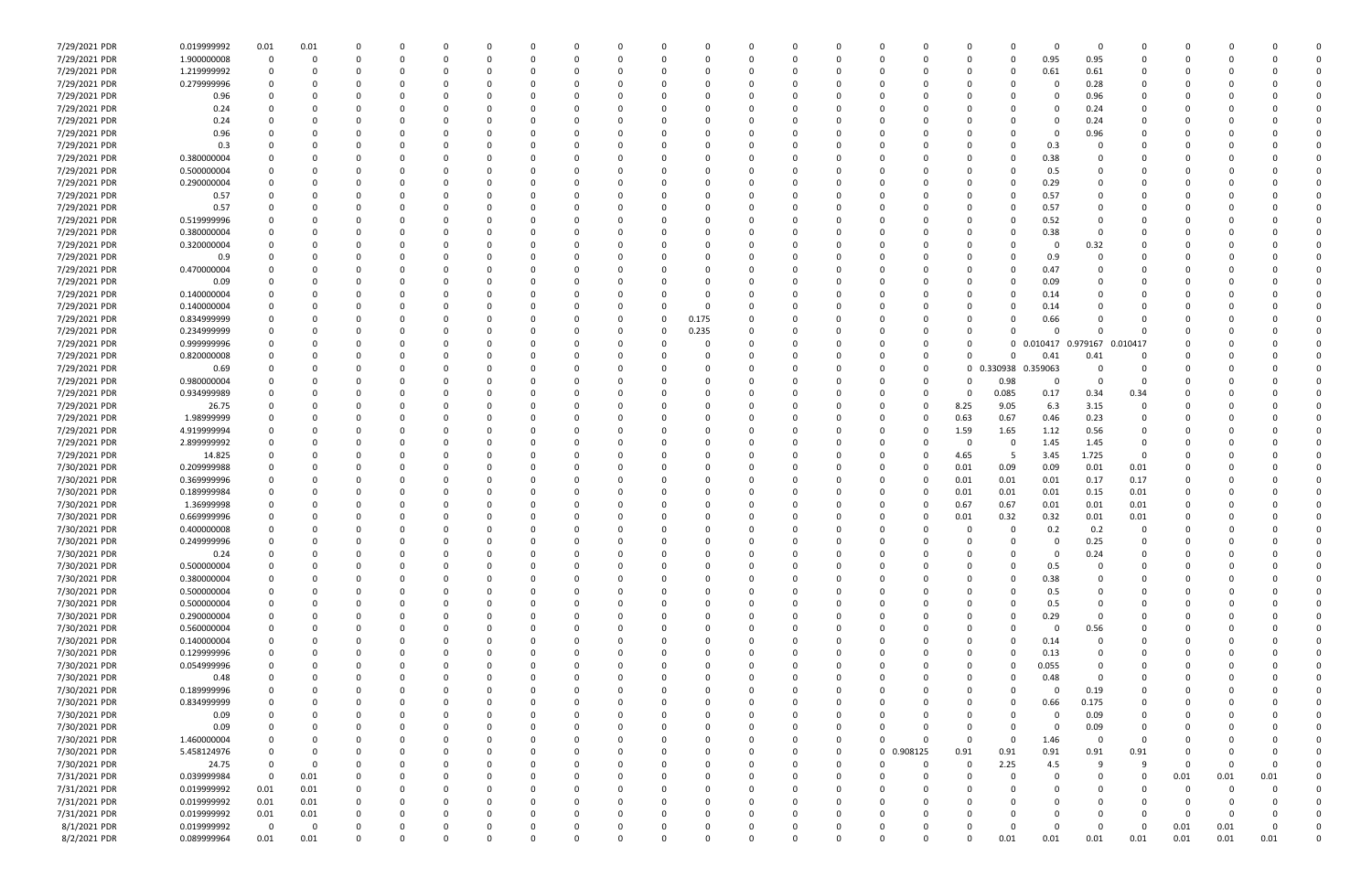| | | | | | | | | | | | | | | | | | | | | | | | | | | | | | | | |
|---|---|---|---|---|---|---|---|---|---|---|---|---|---|---|---|---|---|---|---|---|---|---|---|---|---|---|---|---|---|---|---|
| 7/29/2021 | PDR | 0.019999992 | 0.01 | 0.01 | 0 | 0 | 0 | 0 | 0 | 0 | 0 | 0 | 0 | 0 | 0 | 0 | 0 | 0 | 0 | 0 | 0 | 0 | 0 | 0 | 0 | 0 | 0 | 0 | 0 | 0 | 0 |
| 7/29/2021 | PDR | 1.900000008 | 0 | 0 | 0 | 0 | 0 | 0 | 0 | 0 | 0 | 0 | 0 | 0 | 0 | 0 | 0 | 0 | 0 | 0 | 0 | 0 | 0 | 0 | 0.95 | 0.95 | 0 | 0 | 0 | 0 | 0 |
| 7/29/2021 | PDR | 1.219999992 | 0 | 0 | 0 | 0 | 0 | 0 | 0 | 0 | 0 | 0 | 0 | 0 | 0 | 0 | 0 | 0 | 0 | 0 | 0 | 0 | 0 | 0 | 0.61 | 0.61 | 0 | 0 | 0 | 0 | 0 |
| 7/29/2021 | PDR | 0.279999996 | 0 | 0 | 0 | 0 | 0 | 0 | 0 | 0 | 0 | 0 | 0 | 0 | 0 | 0 | 0 | 0 | 0 | 0 | 0 | 0 | 0 | 0 | 0 | 0.28 | 0 | 0 | 0 | 0 | 0 |
| 7/29/2021 | PDR | 0.96 | 0 | 0 | 0 | 0 | 0 | 0 | 0 | 0 | 0 | 0 | 0 | 0 | 0 | 0 | 0 | 0 | 0 | 0 | 0 | 0 | 0 | 0 | 0 | 0.96 | 0 | 0 | 0 | 0 | 0 |
| 7/29/2021 | PDR | 0.24 | 0 | 0 | 0 | 0 | 0 | 0 | 0 | 0 | 0 | 0 | 0 | 0 | 0 | 0 | 0 | 0 | 0 | 0 | 0 | 0 | 0 | 0 | 0 | 0.24 | 0 | 0 | 0 | 0 | 0 |
| 7/29/2021 | PDR | 0.24 | 0 | 0 | 0 | 0 | 0 | 0 | 0 | 0 | 0 | 0 | 0 | 0 | 0 | 0 | 0 | 0 | 0 | 0 | 0 | 0 | 0 | 0 | 0 | 0.24 | 0 | 0 | 0 | 0 | 0 |
| 7/29/2021 | PDR | 0.96 | 0 | 0 | 0 | 0 | 0 | 0 | 0 | 0 | 0 | 0 | 0 | 0 | 0 | 0 | 0 | 0 | 0 | 0 | 0 | 0 | 0 | 0 | 0 | 0.96 | 0 | 0 | 0 | 0 | 0 |
| 7/29/2021 | PDR | 0.3 | 0 | 0 | 0 | 0 | 0 | 0 | 0 | 0 | 0 | 0 | 0 | 0 | 0 | 0 | 0 | 0 | 0 | 0 | 0 | 0 | 0 | 0 | 0.3 | 0 | 0 | 0 | 0 | 0 | 0 |
| 7/29/2021 | PDR | 0.380000004 | 0 | 0 | 0 | 0 | 0 | 0 | 0 | 0 | 0 | 0 | 0 | 0 | 0 | 0 | 0 | 0 | 0 | 0 | 0 | 0 | 0 | 0 | 0.38 | 0 | 0 | 0 | 0 | 0 | 0 |
| 7/29/2021 | PDR | 0.500000004 | 0 | 0 | 0 | 0 | 0 | 0 | 0 | 0 | 0 | 0 | 0 | 0 | 0 | 0 | 0 | 0 | 0 | 0 | 0 | 0 | 0 | 0 | 0.5 | 0 | 0 | 0 | 0 | 0 | 0 |
| 7/29/2021 | PDR | 0.290000004 | 0 | 0 | 0 | 0 | 0 | 0 | 0 | 0 | 0 | 0 | 0 | 0 | 0 | 0 | 0 | 0 | 0 | 0 | 0 | 0 | 0 | 0 | 0.29 | 0 | 0 | 0 | 0 | 0 | 0 |
| 7/29/2021 | PDR | 0.57 | 0 | 0 | 0 | 0 | 0 | 0 | 0 | 0 | 0 | 0 | 0 | 0 | 0 | 0 | 0 | 0 | 0 | 0 | 0 | 0 | 0 | 0 | 0.57 | 0 | 0 | 0 | 0 | 0 | 0 |
| 7/29/2021 | PDR | 0.57 | 0 | 0 | 0 | 0 | 0 | 0 | 0 | 0 | 0 | 0 | 0 | 0 | 0 | 0 | 0 | 0 | 0 | 0 | 0 | 0 | 0 | 0 | 0.57 | 0 | 0 | 0 | 0 | 0 | 0 |
| 7/29/2021 | PDR | 0.519999996 | 0 | 0 | 0 | 0 | 0 | 0 | 0 | 0 | 0 | 0 | 0 | 0 | 0 | 0 | 0 | 0 | 0 | 0 | 0 | 0 | 0 | 0 | 0.52 | 0 | 0 | 0 | 0 | 0 | 0 |
| 7/29/2021 | PDR | 0.380000004 | 0 | 0 | 0 | 0 | 0 | 0 | 0 | 0 | 0 | 0 | 0 | 0 | 0 | 0 | 0 | 0 | 0 | 0 | 0 | 0 | 0 | 0 | 0.38 | 0 | 0 | 0 | 0 | 0 | 0 |
| 7/29/2021 | PDR | 0.320000004 | 0 | 0 | 0 | 0 | 0 | 0 | 0 | 0 | 0 | 0 | 0 | 0 | 0 | 0 | 0 | 0 | 0 | 0 | 0 | 0 | 0 | 0 | 0 | 0.32 | 0 | 0 | 0 | 0 | 0 |
| 7/29/2021 | PDR | 0.9 | 0 | 0 | 0 | 0 | 0 | 0 | 0 | 0 | 0 | 0 | 0 | 0 | 0 | 0 | 0 | 0 | 0 | 0 | 0 | 0 | 0 | 0 | 0.9 | 0 | 0 | 0 | 0 | 0 | 0 |
| 7/29/2021 | PDR | 0.470000004 | 0 | 0 | 0 | 0 | 0 | 0 | 0 | 0 | 0 | 0 | 0 | 0 | 0 | 0 | 0 | 0 | 0 | 0 | 0 | 0 | 0 | 0 | 0.47 | 0 | 0 | 0 | 0 | 0 | 0 |
| 7/29/2021 | PDR | 0.09 | 0 | 0 | 0 | 0 | 0 | 0 | 0 | 0 | 0 | 0 | 0 | 0 | 0 | 0 | 0 | 0 | 0 | 0 | 0 | 0 | 0 | 0 | 0.09 | 0 | 0 | 0 | 0 | 0 | 0 |
| 7/29/2021 | PDR | 0.140000004 | 0 | 0 | 0 | 0 | 0 | 0 | 0 | 0 | 0 | 0 | 0 | 0 | 0 | 0 | 0 | 0 | 0 | 0 | 0 | 0 | 0 | 0 | 0.14 | 0 | 0 | 0 | 0 | 0 | 0 |
| 7/29/2021 | PDR | 0.140000004 | 0 | 0 | 0 | 0 | 0 | 0 | 0 | 0 | 0 | 0 | 0 | 0 | 0 | 0 | 0 | 0 | 0 | 0 | 0 | 0 | 0 | 0 | 0.14 | 0 | 0 | 0 | 0 | 0 | 0 |
| 7/29/2021 | PDR | 0.834999999 | 0 | 0 | 0 | 0 | 0 | 0 | 0 | 0 | 0 | 0 | 0 | 0.175 | 0 | 0 | 0 | 0 | 0 | 0 | 0 | 0 | 0 | 0 | 0.66 | 0 | 0 | 0 | 0 | 0 | 0 |
| 7/29/2021 | PDR | 0.234999999 | 0 | 0 | 0 | 0 | 0 | 0 | 0 | 0 | 0 | 0 | 0 | 0.235 | 0 | 0 | 0 | 0 | 0 | 0 | 0 | 0 | 0 | 0 | 0 | 0 | 0 | 0 | 0 | 0 | 0 |
| 7/29/2021 | PDR | 0.999999996 | 0 | 0 | 0 | 0 | 0 | 0 | 0 | 0 | 0 | 0 | 0 | 0 | 0 | 0 | 0 | 0 | 0 | 0 | 0 | 0 | 0 | 0 | 0.010417 | 0.979167 | 0.010417 | 0 | 0 | 0 | 0 |
| 7/29/2021 | PDR | 0.820000008 | 0 | 0 | 0 | 0 | 0 | 0 | 0 | 0 | 0 | 0 | 0 | 0 | 0 | 0 | 0 | 0 | 0 | 0 | 0 | 0 | 0 | 0 | 0.41 | 0.41 | 0 | 0 | 0 | 0 | 0 |
| 7/29/2021 | PDR | 0.69 | 0 | 0 | 0 | 0 | 0 | 0 | 0 | 0 | 0 | 0 | 0 | 0 | 0 | 0 | 0 | 0 | 0 | 0 | 0 | 0 | 0 | 0.330938 | 0.359063 | 0 | 0 | 0 | 0 | 0 | 0 |
| 7/29/2021 | PDR | 0.980000004 | 0 | 0 | 0 | 0 | 0 | 0 | 0 | 0 | 0 | 0 | 0 | 0 | 0 | 0 | 0 | 0 | 0 | 0 | 0 | 0 | 0 | 0.98 | 0 | 0 | 0 | 0 | 0 | 0 | 0 |
| 7/29/2021 | PDR | 0.934999989 | 0 | 0 | 0 | 0 | 0 | 0 | 0 | 0 | 0 | 0 | 0 | 0 | 0 | 0 | 0 | 0 | 0 | 0 | 0 | 0 | 0 | 0.085 | 0.17 | 0.34 | 0.34 | 0 | 0 | 0 | 0 |
| 7/29/2021 | PDR | 26.75 | 0 | 0 | 0 | 0 | 0 | 0 | 0 | 0 | 0 | 0 | 0 | 0 | 0 | 0 | 0 | 0 | 0 | 0 | 0 | 0 | 8.25 | 9.05 | 6.3 | 3.15 | 0 | 0 | 0 | 0 | 0 |
| 7/29/2021 | PDR | 1.98999999 | 0 | 0 | 0 | 0 | 0 | 0 | 0 | 0 | 0 | 0 | 0 | 0 | 0 | 0 | 0 | 0 | 0 | 0 | 0 | 0 | 0.63 | 0.67 | 0.46 | 0.23 | 0 | 0 | 0 | 0 | 0 |
| 7/29/2021 | PDR | 4.919999994 | 0 | 0 | 0 | 0 | 0 | 0 | 0 | 0 | 0 | 0 | 0 | 0 | 0 | 0 | 0 | 0 | 0 | 0 | 0 | 0 | 1.59 | 1.65 | 1.12 | 0.56 | 0 | 0 | 0 | 0 | 0 |
| 7/29/2021 | PDR | 2.899999992 | 0 | 0 | 0 | 0 | 0 | 0 | 0 | 0 | 0 | 0 | 0 | 0 | 0 | 0 | 0 | 0 | 0 | 0 | 0 | 0 | 0 | 0 | 1.45 | 1.45 | 0 | 0 | 0 | 0 | 0 |
| 7/29/2021 | PDR | 14.825 | 0 | 0 | 0 | 0 | 0 | 0 | 0 | 0 | 0 | 0 | 0 | 0 | 0 | 0 | 0 | 0 | 0 | 0 | 0 | 0 | 4.65 | 5 | 3.45 | 1.725 | 0 | 0 | 0 | 0 | 0 |
| 7/30/2021 | PDR | 0.209999988 | 0 | 0 | 0 | 0 | 0 | 0 | 0 | 0 | 0 | 0 | 0 | 0 | 0 | 0 | 0 | 0 | 0 | 0 | 0 | 0 | 0.01 | 0.09 | 0.09 | 0.01 | 0.01 | 0 | 0 | 0 | 0 |
| 7/30/2021 | PDR | 0.369999996 | 0 | 0 | 0 | 0 | 0 | 0 | 0 | 0 | 0 | 0 | 0 | 0 | 0 | 0 | 0 | 0 | 0 | 0 | 0 | 0 | 0.01 | 0.01 | 0.01 | 0.17 | 0.17 | 0 | 0 | 0 | 0 |
| 7/30/2021 | PDR | 0.189999984 | 0 | 0 | 0 | 0 | 0 | 0 | 0 | 0 | 0 | 0 | 0 | 0 | 0 | 0 | 0 | 0 | 0 | 0 | 0 | 0 | 0.01 | 0.01 | 0.01 | 0.15 | 0.01 | 0 | 0 | 0 | 0 |
| 7/30/2021 | PDR | 1.36999998 | 0 | 0 | 0 | 0 | 0 | 0 | 0 | 0 | 0 | 0 | 0 | 0 | 0 | 0 | 0 | 0 | 0 | 0 | 0 | 0 | 0.67 | 0.67 | 0.01 | 0.01 | 0.01 | 0 | 0 | 0 | 0 |
| 7/30/2021 | PDR | 0.669999996 | 0 | 0 | 0 | 0 | 0 | 0 | 0 | 0 | 0 | 0 | 0 | 0 | 0 | 0 | 0 | 0 | 0 | 0 | 0 | 0 | 0.01 | 0.32 | 0.32 | 0.01 | 0.01 | 0 | 0 | 0 | 0 |
| 7/30/2021 | PDR | 0.400000008 | 0 | 0 | 0 | 0 | 0 | 0 | 0 | 0 | 0 | 0 | 0 | 0 | 0 | 0 | 0 | 0 | 0 | 0 | 0 | 0 | 0 | 0 | 0.2 | 0.2 | 0 | 0 | 0 | 0 | 0 |
| 7/30/2021 | PDR | 0.249999996 | 0 | 0 | 0 | 0 | 0 | 0 | 0 | 0 | 0 | 0 | 0 | 0 | 0 | 0 | 0 | 0 | 0 | 0 | 0 | 0 | 0 | 0 | 0 | 0.25 | 0 | 0 | 0 | 0 | 0 |
| 7/30/2021 | PDR | 0.24 | 0 | 0 | 0 | 0 | 0 | 0 | 0 | 0 | 0 | 0 | 0 | 0 | 0 | 0 | 0 | 0 | 0 | 0 | 0 | 0 | 0 | 0 | 0 | 0.24 | 0 | 0 | 0 | 0 | 0 |
| 7/30/2021 | PDR | 0.500000004 | 0 | 0 | 0 | 0 | 0 | 0 | 0 | 0 | 0 | 0 | 0 | 0 | 0 | 0 | 0 | 0 | 0 | 0 | 0 | 0 | 0 | 0 | 0.5 | 0 | 0 | 0 | 0 | 0 | 0 |
| 7/30/2021 | PDR | 0.380000004 | 0 | 0 | 0 | 0 | 0 | 0 | 0 | 0 | 0 | 0 | 0 | 0 | 0 | 0 | 0 | 0 | 0 | 0 | 0 | 0 | 0 | 0 | 0.38 | 0 | 0 | 0 | 0 | 0 | 0 |
| 7/30/2021 | PDR | 0.500000004 | 0 | 0 | 0 | 0 | 0 | 0 | 0 | 0 | 0 | 0 | 0 | 0 | 0 | 0 | 0 | 0 | 0 | 0 | 0 | 0 | 0 | 0 | 0.5 | 0 | 0 | 0 | 0 | 0 | 0 |
| 7/30/2021 | PDR | 0.500000004 | 0 | 0 | 0 | 0 | 0 | 0 | 0 | 0 | 0 | 0 | 0 | 0 | 0 | 0 | 0 | 0 | 0 | 0 | 0 | 0 | 0 | 0 | 0.5 | 0 | 0 | 0 | 0 | 0 | 0 |
| 7/30/2021 | PDR | 0.290000004 | 0 | 0 | 0 | 0 | 0 | 0 | 0 | 0 | 0 | 0 | 0 | 0 | 0 | 0 | 0 | 0 | 0 | 0 | 0 | 0 | 0 | 0 | 0.29 | 0 | 0 | 0 | 0 | 0 | 0 |
| 7/30/2021 | PDR | 0.560000004 | 0 | 0 | 0 | 0 | 0 | 0 | 0 | 0 | 0 | 0 | 0 | 0 | 0 | 0 | 0 | 0 | 0 | 0 | 0 | 0 | 0 | 0 | 0 | 0.56 | 0 | 0 | 0 | 0 | 0 |
| 7/30/2021 | PDR | 0.140000004 | 0 | 0 | 0 | 0 | 0 | 0 | 0 | 0 | 0 | 0 | 0 | 0 | 0 | 0 | 0 | 0 | 0 | 0 | 0 | 0 | 0 | 0 | 0.14 | 0 | 0 | 0 | 0 | 0 | 0 |
| 7/30/2021 | PDR | 0.129999996 | 0 | 0 | 0 | 0 | 0 | 0 | 0 | 0 | 0 | 0 | 0 | 0 | 0 | 0 | 0 | 0 | 0 | 0 | 0 | 0 | 0 | 0 | 0.13 | 0 | 0 | 0 | 0 | 0 | 0 |
| 7/30/2021 | PDR | 0.054999996 | 0 | 0 | 0 | 0 | 0 | 0 | 0 | 0 | 0 | 0 | 0 | 0 | 0 | 0 | 0 | 0 | 0 | 0 | 0 | 0 | 0 | 0 | 0.055 | 0 | 0 | 0 | 0 | 0 | 0 |
| 7/30/2021 | PDR | 0.48 | 0 | 0 | 0 | 0 | 0 | 0 | 0 | 0 | 0 | 0 | 0 | 0 | 0 | 0 | 0 | 0 | 0 | 0 | 0 | 0 | 0 | 0 | 0.48 | 0 | 0 | 0 | 0 | 0 | 0 |
| 7/30/2021 | PDR | 0.189999996 | 0 | 0 | 0 | 0 | 0 | 0 | 0 | 0 | 0 | 0 | 0 | 0 | 0 | 0 | 0 | 0 | 0 | 0 | 0 | 0 | 0 | 0 | 0 | 0.19 | 0 | 0 | 0 | 0 | 0 |
| 7/30/2021 | PDR | 0.834999999 | 0 | 0 | 0 | 0 | 0 | 0 | 0 | 0 | 0 | 0 | 0 | 0 | 0 | 0 | 0 | 0 | 0 | 0 | 0 | 0 | 0 | 0 | 0.66 | 0.175 | 0 | 0 | 0 | 0 | 0 |
| 7/30/2021 | PDR | 0.09 | 0 | 0 | 0 | 0 | 0 | 0 | 0 | 0 | 0 | 0 | 0 | 0 | 0 | 0 | 0 | 0 | 0 | 0 | 0 | 0 | 0 | 0 | 0 | 0.09 | 0 | 0 | 0 | 0 | 0 |
| 7/30/2021 | PDR | 0.09 | 0 | 0 | 0 | 0 | 0 | 0 | 0 | 0 | 0 | 0 | 0 | 0 | 0 | 0 | 0 | 0 | 0 | 0 | 0 | 0 | 0 | 0 | 0 | 0.09 | 0 | 0 | 0 | 0 | 0 |
| 7/30/2021 | PDR | 1.460000004 | 0 | 0 | 0 | 0 | 0 | 0 | 0 | 0 | 0 | 0 | 0 | 0 | 0 | 0 | 0 | 0 | 0 | 0 | 0 | 0 | 0 | 0 | 1.46 | 0 | 0 | 0 | 0 | 0 | 0 |
| 7/30/2021 | PDR | 5.458124976 | 0 | 0 | 0 | 0 | 0 | 0 | 0 | 0 | 0 | 0 | 0 | 0 | 0 | 0 | 0 | 0 | 0 | 0 | 0 | 0.908125 | 0.91 | 0.91 | 0.91 | 0.91 | 0.91 | 0 | 0 | 0 | 0 |
| 7/30/2021 | PDR | 24.75 | 0 | 0 | 0 | 0 | 0 | 0 | 0 | 0 | 0 | 0 | 0 | 0 | 0 | 0 | 0 | 0 | 0 | 0 | 0 | 0 | 0 | 2.25 | 4.5 | 9 | 9 | 0 | 0 | 0 | 0 |
| 7/31/2021 | PDR | 0.039999984 | 0 | 0.01 | 0 | 0 | 0 | 0 | 0 | 0 | 0 | 0 | 0 | 0 | 0 | 0 | 0 | 0 | 0 | 0 | 0 | 0 | 0 | 0 | 0 | 0 | 0 | 0.01 | 0.01 | 0.01 | 0 |
| 7/31/2021 | PDR | 0.019999992 | 0.01 | 0.01 | 0 | 0 | 0 | 0 | 0 | 0 | 0 | 0 | 0 | 0 | 0 | 0 | 0 | 0 | 0 | 0 | 0 | 0 | 0 | 0 | 0 | 0 | 0 | 0 | 0 | 0 | 0 |
| 7/31/2021 | PDR | 0.019999992 | 0.01 | 0.01 | 0 | 0 | 0 | 0 | 0 | 0 | 0 | 0 | 0 | 0 | 0 | 0 | 0 | 0 | 0 | 0 | 0 | 0 | 0 | 0 | 0 | 0 | 0 | 0 | 0 | 0 | 0 |
| 7/31/2021 | PDR | 0.019999992 | 0.01 | 0.01 | 0 | 0 | 0 | 0 | 0 | 0 | 0 | 0 | 0 | 0 | 0 | 0 | 0 | 0 | 0 | 0 | 0 | 0 | 0 | 0 | 0 | 0 | 0 | 0 | 0 | 0 | 0 |
| 8/1/2021 | PDR | 0.019999992 | 0 | 0 | 0 | 0 | 0 | 0 | 0 | 0 | 0 | 0 | 0 | 0 | 0 | 0 | 0 | 0 | 0 | 0 | 0 | 0 | 0 | 0 | 0 | 0 | 0 | 0.01 | 0.01 | 0 | 0 |
| 8/2/2021 | PDR | 0.089999964 | 0.01 | 0.01 | 0 | 0 | 0 | 0 | 0 | 0 | 0 | 0 | 0 | 0 | 0 | 0 | 0 | 0 | 0 | 0 | 0 | 0 | 0 | 0.01 | 0.01 | 0.01 | 0.01 | 0.01 | 0.01 | 0.01 | 0 |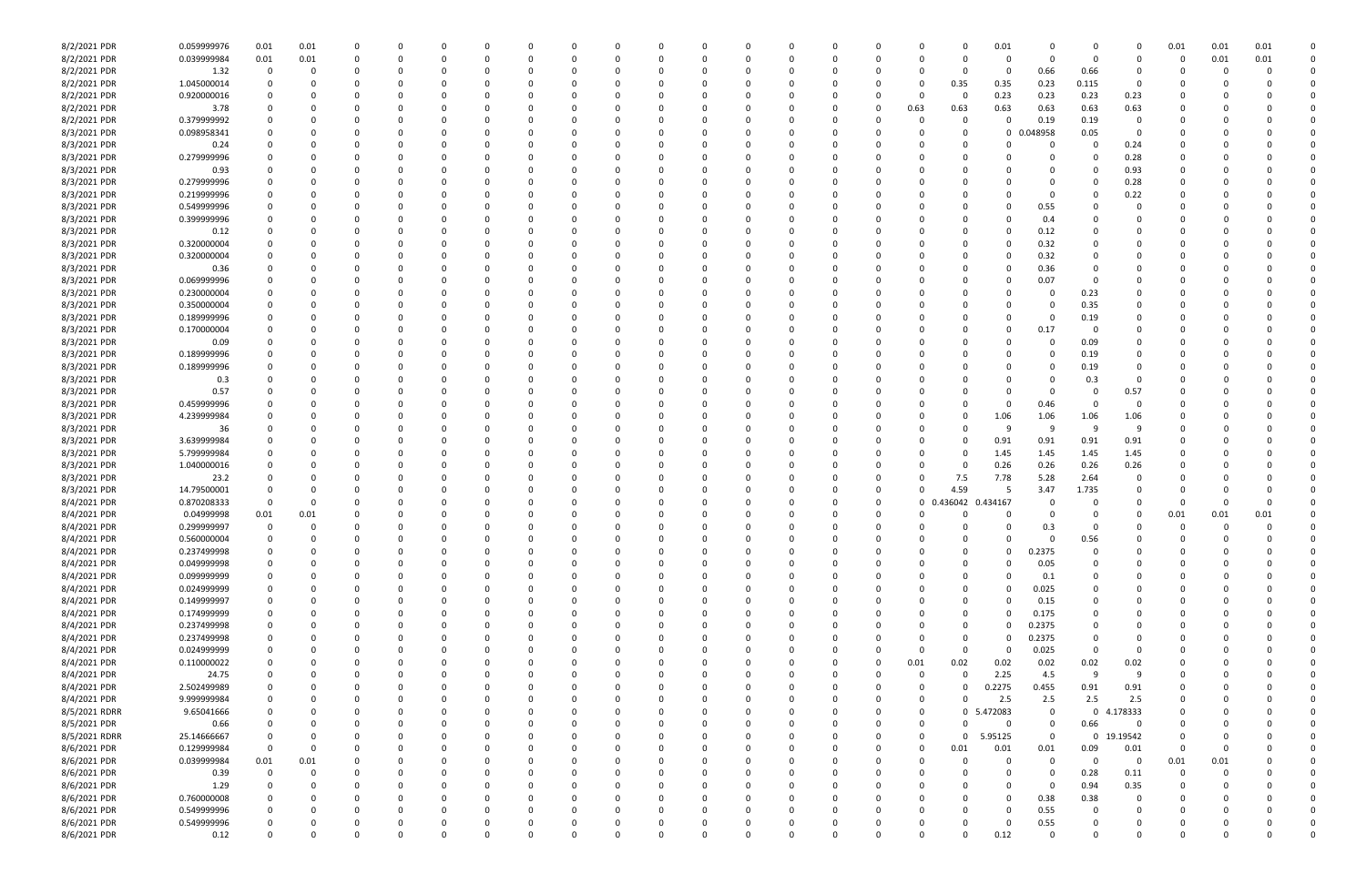| | | | | | | | | | | | | | | | | | | | | | | | | | | | | | |
|---|---|---|---|---|---|---|---|---|---|---|---|---|---|---|---|---|---|---|---|---|---|---|---|---|---|---|---|---|---|
| 8/2/2021 PDR | 0.059999976 | 0.01 | 0.01 | 0 | 0 | 0 | 0 | 0 | 0 | 0 | 0 | 0 | 0 | 0 | 0 | 0 | 0 | 0 | 0 | 0 | 0 | 0.01 | 0 | 0 | 0 | 0.01 | 0.01 | 0.01 | 0 |
| 8/2/2021 PDR | 0.039999984 | 0.01 | 0.01 | 0 | 0 | 0 | 0 | 0 | 0 | 0 | 0 | 0 | 0 | 0 | 0 | 0 | 0 | 0 | 0 | 0 | 0 | 0 | 0 | 0 | 0 | 0 | 0.01 | 0.01 | 0 |
| 8/2/2021 PDR | 1.32 | 0 | 0 | 0 | 0 | 0 | 0 | 0 | 0 | 0 | 0 | 0 | 0 | 0 | 0 | 0 | 0 | 0 | 0 | 0 | 0 | 0 | 0.66 | 0.66 | 0 | 0 | 0 | 0 | 0 |
| 8/2/2021 PDR | 1.045000014 | 0 | 0 | 0 | 0 | 0 | 0 | 0 | 0 | 0 | 0 | 0 | 0 | 0 | 0 | 0 | 0 | 0 | 0 | 0 | 0.35 | 0.35 | 0.23 | 0.115 | 0 | 0 | 0 | 0 | 0 |
| 8/2/2021 PDR | 0.920000016 | 0 | 0 | 0 | 0 | 0 | 0 | 0 | 0 | 0 | 0 | 0 | 0 | 0 | 0 | 0 | 0 | 0 | 0 | 0 | 0 | 0.23 | 0.23 | 0.23 | 0.23 | 0 | 0 | 0 | 0 |
| 8/2/2021 PDR | 3.78 | 0 | 0 | 0 | 0 | 0 | 0 | 0 | 0 | 0 | 0 | 0 | 0 | 0 | 0 | 0 | 0 | 0 | 0 | 0.63 | 0.63 | 0.63 | 0.63 | 0.63 | 0.63 | 0 | 0 | 0 | 0 |
| 8/2/2021 PDR | 0.379999992 | 0 | 0 | 0 | 0 | 0 | 0 | 0 | 0 | 0 | 0 | 0 | 0 | 0 | 0 | 0 | 0 | 0 | 0 | 0 | 0 | 0 | 0.19 | 0.19 | 0 | 0 | 0 | 0 | 0 |
| 8/3/2021 PDR | 0.098958341 | 0 | 0 | 0 | 0 | 0 | 0 | 0 | 0 | 0 | 0 | 0 | 0 | 0 | 0 | 0 | 0 | 0 | 0 | 0 | 0 | 0 | 0.048958 | 0.05 | 0 | 0 | 0 | 0 | 0 |
| 8/3/2021 PDR | 0.24 | 0 | 0 | 0 | 0 | 0 | 0 | 0 | 0 | 0 | 0 | 0 | 0 | 0 | 0 | 0 | 0 | 0 | 0 | 0 | 0 | 0 | 0 | 0 | 0.24 | 0 | 0 | 0 | 0 |
| 8/3/2021 PDR | 0.279999996 | 0 | 0 | 0 | 0 | 0 | 0 | 0 | 0 | 0 | 0 | 0 | 0 | 0 | 0 | 0 | 0 | 0 | 0 | 0 | 0 | 0 | 0 | 0 | 0.28 | 0 | 0 | 0 | 0 |
| 8/3/2021 PDR | 0.93 | 0 | 0 | 0 | 0 | 0 | 0 | 0 | 0 | 0 | 0 | 0 | 0 | 0 | 0 | 0 | 0 | 0 | 0 | 0 | 0 | 0 | 0 | 0 | 0.93 | 0 | 0 | 0 | 0 |
| 8/3/2021 PDR | 0.279999996 | 0 | 0 | 0 | 0 | 0 | 0 | 0 | 0 | 0 | 0 | 0 | 0 | 0 | 0 | 0 | 0 | 0 | 0 | 0 | 0 | 0 | 0 | 0 | 0.28 | 0 | 0 | 0 | 0 |
| 8/3/2021 PDR | 0.219999996 | 0 | 0 | 0 | 0 | 0 | 0 | 0 | 0 | 0 | 0 | 0 | 0 | 0 | 0 | 0 | 0 | 0 | 0 | 0 | 0 | 0 | 0 | 0 | 0.22 | 0 | 0 | 0 | 0 |
| 8/3/2021 PDR | 0.549999996 | 0 | 0 | 0 | 0 | 0 | 0 | 0 | 0 | 0 | 0 | 0 | 0 | 0 | 0 | 0 | 0 | 0 | 0 | 0 | 0 | 0 | 0.55 | 0 | 0 | 0 | 0 | 0 | 0 |
| 8/3/2021 PDR | 0.399999996 | 0 | 0 | 0 | 0 | 0 | 0 | 0 | 0 | 0 | 0 | 0 | 0 | 0 | 0 | 0 | 0 | 0 | 0 | 0 | 0 | 0 | 0.4 | 0 | 0 | 0 | 0 | 0 | 0 |
| 8/3/2021 PDR | 0.12 | 0 | 0 | 0 | 0 | 0 | 0 | 0 | 0 | 0 | 0 | 0 | 0 | 0 | 0 | 0 | 0 | 0 | 0 | 0 | 0 | 0 | 0.12 | 0 | 0 | 0 | 0 | 0 | 0 |
| 8/3/2021 PDR | 0.320000004 | 0 | 0 | 0 | 0 | 0 | 0 | 0 | 0 | 0 | 0 | 0 | 0 | 0 | 0 | 0 | 0 | 0 | 0 | 0 | 0 | 0 | 0.32 | 0 | 0 | 0 | 0 | 0 | 0 |
| 8/3/2021 PDR | 0.320000004 | 0 | 0 | 0 | 0 | 0 | 0 | 0 | 0 | 0 | 0 | 0 | 0 | 0 | 0 | 0 | 0 | 0 | 0 | 0 | 0 | 0 | 0.32 | 0 | 0 | 0 | 0 | 0 | 0 |
| 8/3/2021 PDR | 0.36 | 0 | 0 | 0 | 0 | 0 | 0 | 0 | 0 | 0 | 0 | 0 | 0 | 0 | 0 | 0 | 0 | 0 | 0 | 0 | 0 | 0 | 0.36 | 0 | 0 | 0 | 0 | 0 | 0 |
| 8/3/2021 PDR | 0.069999996 | 0 | 0 | 0 | 0 | 0 | 0 | 0 | 0 | 0 | 0 | 0 | 0 | 0 | 0 | 0 | 0 | 0 | 0 | 0 | 0 | 0 | 0.07 | 0 | 0 | 0 | 0 | 0 | 0 |
| 8/3/2021 PDR | 0.230000004 | 0 | 0 | 0 | 0 | 0 | 0 | 0 | 0 | 0 | 0 | 0 | 0 | 0 | 0 | 0 | 0 | 0 | 0 | 0 | 0 | 0 | 0 | 0.23 | 0 | 0 | 0 | 0 | 0 |
| 8/3/2021 PDR | 0.350000004 | 0 | 0 | 0 | 0 | 0 | 0 | 0 | 0 | 0 | 0 | 0 | 0 | 0 | 0 | 0 | 0 | 0 | 0 | 0 | 0 | 0 | 0 | 0.35 | 0 | 0 | 0 | 0 | 0 |
| 8/3/2021 PDR | 0.189999996 | 0 | 0 | 0 | 0 | 0 | 0 | 0 | 0 | 0 | 0 | 0 | 0 | 0 | 0 | 0 | 0 | 0 | 0 | 0 | 0 | 0 | 0 | 0.19 | 0 | 0 | 0 | 0 | 0 |
| 8/3/2021 PDR | 0.170000004 | 0 | 0 | 0 | 0 | 0 | 0 | 0 | 0 | 0 | 0 | 0 | 0 | 0 | 0 | 0 | 0 | 0 | 0 | 0 | 0 | 0 | 0.17 | 0 | 0 | 0 | 0 | 0 | 0 |
| 8/3/2021 PDR | 0.09 | 0 | 0 | 0 | 0 | 0 | 0 | 0 | 0 | 0 | 0 | 0 | 0 | 0 | 0 | 0 | 0 | 0 | 0 | 0 | 0 | 0 | 0 | 0.09 | 0 | 0 | 0 | 0 | 0 |
| 8/3/2021 PDR | 0.189999996 | 0 | 0 | 0 | 0 | 0 | 0 | 0 | 0 | 0 | 0 | 0 | 0 | 0 | 0 | 0 | 0 | 0 | 0 | 0 | 0 | 0 | 0 | 0.19 | 0 | 0 | 0 | 0 | 0 |
| 8/3/2021 PDR | 0.189999996 | 0 | 0 | 0 | 0 | 0 | 0 | 0 | 0 | 0 | 0 | 0 | 0 | 0 | 0 | 0 | 0 | 0 | 0 | 0 | 0 | 0 | 0 | 0.19 | 0 | 0 | 0 | 0 | 0 |
| 8/3/2021 PDR | 0.3 | 0 | 0 | 0 | 0 | 0 | 0 | 0 | 0 | 0 | 0 | 0 | 0 | 0 | 0 | 0 | 0 | 0 | 0 | 0 | 0 | 0 | 0 | 0.3 | 0 | 0 | 0 | 0 | 0 |
| 8/3/2021 PDR | 0.57 | 0 | 0 | 0 | 0 | 0 | 0 | 0 | 0 | 0 | 0 | 0 | 0 | 0 | 0 | 0 | 0 | 0 | 0 | 0 | 0 | 0 | 0 | 0 | 0.57 | 0 | 0 | 0 | 0 |
| 8/3/2021 PDR | 0.459999996 | 0 | 0 | 0 | 0 | 0 | 0 | 0 | 0 | 0 | 0 | 0 | 0 | 0 | 0 | 0 | 0 | 0 | 0 | 0 | 0 | 0 | 0.46 | 0 | 0 | 0 | 0 | 0 | 0 |
| 8/3/2021 PDR | 4.239999984 | 0 | 0 | 0 | 0 | 0 | 0 | 0 | 0 | 0 | 0 | 0 | 0 | 0 | 0 | 0 | 0 | 0 | 0 | 0 | 0 | 1.06 | 1.06 | 1.06 | 1.06 | 0 | 0 | 0 | 0 |
| 8/3/2021 PDR | 36 | 0 | 0 | 0 | 0 | 0 | 0 | 0 | 0 | 0 | 0 | 0 | 0 | 0 | 0 | 0 | 0 | 0 | 0 | 0 | 0 | 9 | 9 | 9 | 9 | 0 | 0 | 0 | 0 |
| 8/3/2021 PDR | 3.639999984 | 0 | 0 | 0 | 0 | 0 | 0 | 0 | 0 | 0 | 0 | 0 | 0 | 0 | 0 | 0 | 0 | 0 | 0 | 0 | 0 | 0.91 | 0.91 | 0.91 | 0.91 | 0 | 0 | 0 | 0 |
| 8/3/2021 PDR | 5.799999984 | 0 | 0 | 0 | 0 | 0 | 0 | 0 | 0 | 0 | 0 | 0 | 0 | 0 | 0 | 0 | 0 | 0 | 0 | 0 | 0 | 1.45 | 1.45 | 1.45 | 1.45 | 0 | 0 | 0 | 0 |
| 8/3/2021 PDR | 1.040000016 | 0 | 0 | 0 | 0 | 0 | 0 | 0 | 0 | 0 | 0 | 0 | 0 | 0 | 0 | 0 | 0 | 0 | 0 | 0 | 0 | 0.26 | 0.26 | 0.26 | 0.26 | 0 | 0 | 0 | 0 |
| 8/3/2021 PDR | 23.2 | 0 | 0 | 0 | 0 | 0 | 0 | 0 | 0 | 0 | 0 | 0 | 0 | 0 | 0 | 0 | 0 | 0 | 0 | 0 | 7.5 | 7.78 | 5.28 | 2.64 | 0 | 0 | 0 | 0 | 0 |
| 8/3/2021 PDR | 14.79500001 | 0 | 0 | 0 | 0 | 0 | 0 | 0 | 0 | 0 | 0 | 0 | 0 | 0 | 0 | 0 | 0 | 0 | 0 | 0 | 4.59 | 5 | 3.47 | 1.735 | 0 | 0 | 0 | 0 | 0 |
| 8/4/2021 PDR | 0.870208333 | 0 | 0 | 0 | 0 | 0 | 0 | 0 | 0 | 0 | 0 | 0 | 0 | 0 | 0 | 0 | 0 | 0 | 0 | 0 | 0.436042 | 0.434167 | 0 | 0 | 0 | 0 | 0 | 0 | 0 |
| 8/4/2021 PDR | 0.04999998 | 0.01 | 0.01 | 0 | 0 | 0 | 0 | 0 | 0 | 0 | 0 | 0 | 0 | 0 | 0 | 0 | 0 | 0 | 0 | 0 | 0 | 0 | 0 | 0 | 0 | 0.01 | 0.01 | 0.01 | 0 |
| 8/4/2021 PDR | 0.299999997 | 0 | 0 | 0 | 0 | 0 | 0 | 0 | 0 | 0 | 0 | 0 | 0 | 0 | 0 | 0 | 0 | 0 | 0 | 0 | 0 | 0 | 0.3 | 0 | 0 | 0 | 0 | 0 | 0 |
| 8/4/2021 PDR | 0.560000004 | 0 | 0 | 0 | 0 | 0 | 0 | 0 | 0 | 0 | 0 | 0 | 0 | 0 | 0 | 0 | 0 | 0 | 0 | 0 | 0 | 0 | 0 | 0.56 | 0 | 0 | 0 | 0 | 0 |
| 8/4/2021 PDR | 0.237499998 | 0 | 0 | 0 | 0 | 0 | 0 | 0 | 0 | 0 | 0 | 0 | 0 | 0 | 0 | 0 | 0 | 0 | 0 | 0 | 0 | 0 | 0.2375 | 0 | 0 | 0 | 0 | 0 | 0 |
| 8/4/2021 PDR | 0.049999998 | 0 | 0 | 0 | 0 | 0 | 0 | 0 | 0 | 0 | 0 | 0 | 0 | 0 | 0 | 0 | 0 | 0 | 0 | 0 | 0 | 0 | 0.05 | 0 | 0 | 0 | 0 | 0 | 0 |
| 8/4/2021 PDR | 0.099999999 | 0 | 0 | 0 | 0 | 0 | 0 | 0 | 0 | 0 | 0 | 0 | 0 | 0 | 0 | 0 | 0 | 0 | 0 | 0 | 0 | 0 | 0.1 | 0 | 0 | 0 | 0 | 0 | 0 |
| 8/4/2021 PDR | 0.024999999 | 0 | 0 | 0 | 0 | 0 | 0 | 0 | 0 | 0 | 0 | 0 | 0 | 0 | 0 | 0 | 0 | 0 | 0 | 0 | 0 | 0 | 0.025 | 0 | 0 | 0 | 0 | 0 | 0 |
| 8/4/2021 PDR | 0.149999997 | 0 | 0 | 0 | 0 | 0 | 0 | 0 | 0 | 0 | 0 | 0 | 0 | 0 | 0 | 0 | 0 | 0 | 0 | 0 | 0 | 0 | 0.15 | 0 | 0 | 0 | 0 | 0 | 0 |
| 8/4/2021 PDR | 0.174999999 | 0 | 0 | 0 | 0 | 0 | 0 | 0 | 0 | 0 | 0 | 0 | 0 | 0 | 0 | 0 | 0 | 0 | 0 | 0 | 0 | 0 | 0.175 | 0 | 0 | 0 | 0 | 0 | 0 |
| 8/4/2021 PDR | 0.237499998 | 0 | 0 | 0 | 0 | 0 | 0 | 0 | 0 | 0 | 0 | 0 | 0 | 0 | 0 | 0 | 0 | 0 | 0 | 0 | 0 | 0 | 0.2375 | 0 | 0 | 0 | 0 | 0 | 0 |
| 8/4/2021 PDR | 0.237499998 | 0 | 0 | 0 | 0 | 0 | 0 | 0 | 0 | 0 | 0 | 0 | 0 | 0 | 0 | 0 | 0 | 0 | 0 | 0 | 0 | 0 | 0.2375 | 0 | 0 | 0 | 0 | 0 | 0 |
| 8/4/2021 PDR | 0.024999999 | 0 | 0 | 0 | 0 | 0 | 0 | 0 | 0 | 0 | 0 | 0 | 0 | 0 | 0 | 0 | 0 | 0 | 0 | 0 | 0 | 0 | 0.025 | 0 | 0 | 0 | 0 | 0 | 0 |
| 8/4/2021 PDR | 0.110000022 | 0 | 0 | 0 | 0 | 0 | 0 | 0 | 0 | 0 | 0 | 0 | 0 | 0 | 0 | 0 | 0 | 0 | 0 | 0.01 | 0.02 | 0.02 | 0.02 | 0.02 | 0.02 | 0 | 0 | 0 | 0 |
| 8/4/2021 PDR | 24.75 | 0 | 0 | 0 | 0 | 0 | 0 | 0 | 0 | 0 | 0 | 0 | 0 | 0 | 0 | 0 | 0 | 0 | 0 | 0 | 0 | 2.25 | 4.5 | 9 | 9 | 0 | 0 | 0 | 0 |
| 8/4/2021 PDR | 2.502499989 | 0 | 0 | 0 | 0 | 0 | 0 | 0 | 0 | 0 | 0 | 0 | 0 | 0 | 0 | 0 | 0 | 0 | 0 | 0 | 0 | 0.2275 | 0.455 | 0.91 | 0.91 | 0 | 0 | 0 | 0 |
| 8/4/2021 PDR | 9.999999984 | 0 | 0 | 0 | 0 | 0 | 0 | 0 | 0 | 0 | 0 | 0 | 0 | 0 | 0 | 0 | 0 | 0 | 0 | 0 | 0 | 2.5 | 2.5 | 2.5 | 2.5 | 0 | 0 | 0 | 0 |
| 8/5/2021 RDRR | 9.65041666 | 0 | 0 | 0 | 0 | 0 | 0 | 0 | 0 | 0 | 0 | 0 | 0 | 0 | 0 | 0 | 0 | 0 | 0 | 0 | 0 | 5.472083 | 0 | 0 | 4.178333 | 0 | 0 | 0 | 0 |
| 8/5/2021 PDR | 0.66 | 0 | 0 | 0 | 0 | 0 | 0 | 0 | 0 | 0 | 0 | 0 | 0 | 0 | 0 | 0 | 0 | 0 | 0 | 0 | 0 | 0 | 0 | 0.66 | 0 | 0 | 0 | 0 | 0 |
| 8/5/2021 RDRR | 25.14666667 | 0 | 0 | 0 | 0 | 0 | 0 | 0 | 0 | 0 | 0 | 0 | 0 | 0 | 0 | 0 | 0 | 0 | 0 | 0 | 0 | 5.95125 | 0 | 0 | 19.19542 | 0 | 0 | 0 | 0 |
| 8/6/2021 PDR | 0.129999984 | 0 | 0 | 0 | 0 | 0 | 0 | 0 | 0 | 0 | 0 | 0 | 0 | 0 | 0 | 0 | 0 | 0 | 0 | 0 | 0.01 | 0.01 | 0.01 | 0.09 | 0.01 | 0 | 0 | 0 | 0 |
| 8/6/2021 PDR | 0.039999984 | 0.01 | 0.01 | 0 | 0 | 0 | 0 | 0 | 0 | 0 | 0 | 0 | 0 | 0 | 0 | 0 | 0 | 0 | 0 | 0 | 0 | 0 | 0 | 0 | 0 | 0.01 | 0.01 | 0 | 0 |
| 8/6/2021 PDR | 0.39 | 0 | 0 | 0 | 0 | 0 | 0 | 0 | 0 | 0 | 0 | 0 | 0 | 0 | 0 | 0 | 0 | 0 | 0 | 0 | 0 | 0 | 0 | 0.28 | 0.11 | 0 | 0 | 0 | 0 |
| 8/6/2021 PDR | 1.29 | 0 | 0 | 0 | 0 | 0 | 0 | 0 | 0 | 0 | 0 | 0 | 0 | 0 | 0 | 0 | 0 | 0 | 0 | 0 | 0 | 0 | 0 | 0.94 | 0.35 | 0 | 0 | 0 | 0 |
| 8/6/2021 PDR | 0.760000008 | 0 | 0 | 0 | 0 | 0 | 0 | 0 | 0 | 0 | 0 | 0 | 0 | 0 | 0 | 0 | 0 | 0 | 0 | 0 | 0 | 0 | 0.38 | 0.38 | 0 | 0 | 0 | 0 | 0 |
| 8/6/2021 PDR | 0.549999996 | 0 | 0 | 0 | 0 | 0 | 0 | 0 | 0 | 0 | 0 | 0 | 0 | 0 | 0 | 0 | 0 | 0 | 0 | 0 | 0 | 0 | 0.55 | 0 | 0 | 0 | 0 | 0 | 0 |
| 8/6/2021 PDR | 0.549999996 | 0 | 0 | 0 | 0 | 0 | 0 | 0 | 0 | 0 | 0 | 0 | 0 | 0 | 0 | 0 | 0 | 0 | 0 | 0 | 0 | 0 | 0.55 | 0 | 0 | 0 | 0 | 0 | 0 |
| 8/6/2021 PDR | 0.12 | 0 | 0 | 0 | 0 | 0 | 0 | 0 | 0 | 0 | 0 | 0 | 0 | 0 | 0 | 0 | 0 | 0 | 0 | 0 | 0 | 0.12 | 0 | 0 | 0 | 0 | 0 | 0 | 0 |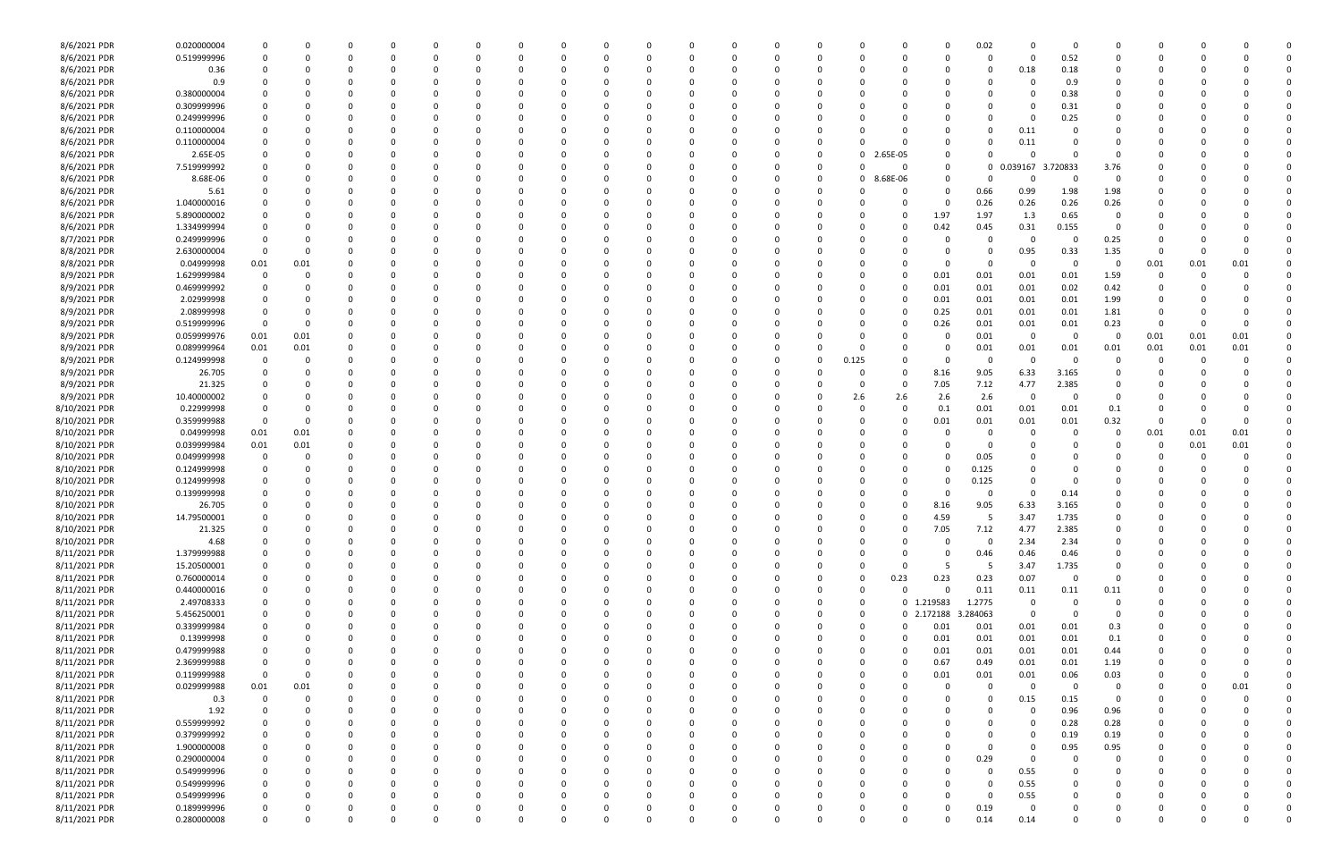| | | | | | | | | | | | | | | | | | | | | | | | | | | | |
|---|---|---|---|---|---|---|---|---|---|---|---|---|---|---|---|---|---|---|---|---|---|---|---|---|---|---|---|
| 8/6/2021 PDR | 0.020000004 | 0 | 0 | 0 | 0 | 0 | 0 | 0 | 0 | 0 | 0 | 0 | 0 | 0 | 0 | 0 | 0 | 0 | 0.02 | 0 | 0 | 0 | 0 | 0 | 0 | 0 | 0 |
| 8/6/2021 PDR | 0.519999996 | 0 | 0 | 0 | 0 | 0 | 0 | 0 | 0 | 0 | 0 | 0 | 0 | 0 | 0 | 0 | 0 | 0 | 0 | 0 | 0.52 | 0 | 0 | 0 | 0 | 0 | 0 |
| 8/6/2021 PDR | 0.36 | 0 | 0 | 0 | 0 | 0 | 0 | 0 | 0 | 0 | 0 | 0 | 0 | 0 | 0 | 0 | 0 | 0 | 0 | 0.18 | 0.18 | 0 | 0 | 0 | 0 | 0 | 0 |
| 8/6/2021 PDR | 0.9 | 0 | 0 | 0 | 0 | 0 | 0 | 0 | 0 | 0 | 0 | 0 | 0 | 0 | 0 | 0 | 0 | 0 | 0 | 0 | 0.9 | 0 | 0 | 0 | 0 | 0 | 0 |
| 8/6/2021 PDR | 0.380000004 | 0 | 0 | 0 | 0 | 0 | 0 | 0 | 0 | 0 | 0 | 0 | 0 | 0 | 0 | 0 | 0 | 0 | 0 | 0 | 0.38 | 0 | 0 | 0 | 0 | 0 | 0 |
| 8/6/2021 PDR | 0.309999996 | 0 | 0 | 0 | 0 | 0 | 0 | 0 | 0 | 0 | 0 | 0 | 0 | 0 | 0 | 0 | 0 | 0 | 0 | 0 | 0.31 | 0 | 0 | 0 | 0 | 0 | 0 |
| 8/6/2021 PDR | 0.249999996 | 0 | 0 | 0 | 0 | 0 | 0 | 0 | 0 | 0 | 0 | 0 | 0 | 0 | 0 | 0 | 0 | 0 | 0 | 0 | 0.25 | 0 | 0 | 0 | 0 | 0 | 0 |
| 8/6/2021 PDR | 0.110000004 | 0 | 0 | 0 | 0 | 0 | 0 | 0 | 0 | 0 | 0 | 0 | 0 | 0 | 0 | 0 | 0 | 0 | 0 | 0.11 | 0 | 0 | 0 | 0 | 0 | 0 | 0 |
| 8/6/2021 PDR | 0.110000004 | 0 | 0 | 0 | 0 | 0 | 0 | 0 | 0 | 0 | 0 | 0 | 0 | 0 | 0 | 0 | 0 | 0 | 0 | 0.11 | 0 | 0 | 0 | 0 | 0 | 0 | 0 |
| 8/6/2021 PDR | 2.65E-05 | 0 | 0 | 0 | 0 | 0 | 0 | 0 | 0 | 0 | 0 | 0 | 0 | 0 | 0 | 0 | 0 | 2.65E-05 | 0 | 0 | 0 | 0 | 0 | 0 | 0 | 0 | 0 |
| 8/6/2021 PDR | 7.519999992 | 0 | 0 | 0 | 0 | 0 | 0 | 0 | 0 | 0 | 0 | 0 | 0 | 0 | 0 | 0 | 0 | 0 | 0 | 0.039167 | 3.720833 | 3.76 | 0 | 0 | 0 | 0 | 0 |
| 8/6/2021 PDR | 8.68E-06 | 0 | 0 | 0 | 0 | 0 | 0 | 0 | 0 | 0 | 0 | 0 | 0 | 0 | 0 | 0 | 0 | 8.68E-06 | 0 | 0 | 0 | 0 | 0 | 0 | 0 | 0 | 0 |
| 8/6/2021 PDR | 5.61 | 0 | 0 | 0 | 0 | 0 | 0 | 0 | 0 | 0 | 0 | 0 | 0 | 0 | 0 | 0 | 0 | 0 | 0.66 | 0.99 | 1.98 | 1.98 | 0 | 0 | 0 | 0 | 0 |
| 8/6/2021 PDR | 1.040000016 | 0 | 0 | 0 | 0 | 0 | 0 | 0 | 0 | 0 | 0 | 0 | 0 | 0 | 0 | 0 | 0 | 0 | 0.26 | 0.26 | 0.26 | 0.26 | 0 | 0 | 0 | 0 | 0 |
| 8/6/2021 PDR | 5.890000002 | 0 | 0 | 0 | 0 | 0 | 0 | 0 | 0 | 0 | 0 | 0 | 0 | 0 | 0 | 0 | 0 | 1.97 | 1.97 | 1.3 | 0.65 | 0 | 0 | 0 | 0 | 0 | 0 |
| 8/6/2021 PDR | 1.334999994 | 0 | 0 | 0 | 0 | 0 | 0 | 0 | 0 | 0 | 0 | 0 | 0 | 0 | 0 | 0 | 0 | 0.42 | 0.45 | 0.31 | 0.155 | 0 | 0 | 0 | 0 | 0 | 0 |
| 8/7/2021 PDR | 0.249999996 | 0 | 0 | 0 | 0 | 0 | 0 | 0 | 0 | 0 | 0 | 0 | 0 | 0 | 0 | 0 | 0 | 0 | 0 | 0 | 0 | 0.25 | 0 | 0 | 0 | 0 | 0 |
| 8/8/2021 PDR | 2.630000004 | 0 | 0 | 0 | 0 | 0 | 0 | 0 | 0 | 0 | 0 | 0 | 0 | 0 | 0 | 0 | 0 | 0 | 0 | 0.95 | 0.33 | 1.35 | 0 | 0 | 0 | 0 | 0 |
| 8/8/2021 PDR | 0.04999998 | 0.01 | 0.01 | 0 | 0 | 0 | 0 | 0 | 0 | 0 | 0 | 0 | 0 | 0 | 0 | 0 | 0 | 0 | 0 | 0 | 0 | 0 | 0.01 | 0.01 | 0.01 | 0 | 0 |
| 8/9/2021 PDR | 1.629999984 | 0 | 0 | 0 | 0 | 0 | 0 | 0 | 0 | 0 | 0 | 0 | 0 | 0 | 0 | 0 | 0 | 0.01 | 0.01 | 0.01 | 0.01 | 1.59 | 0 | 0 | 0 | 0 | 0 |
| 8/9/2021 PDR | 0.469999992 | 0 | 0 | 0 | 0 | 0 | 0 | 0 | 0 | 0 | 0 | 0 | 0 | 0 | 0 | 0 | 0 | 0.01 | 0.01 | 0.01 | 0.02 | 0.42 | 0 | 0 | 0 | 0 | 0 |
| 8/9/2021 PDR | 2.0299998 | 0 | 0 | 0 | 0 | 0 | 0 | 0 | 0 | 0 | 0 | 0 | 0 | 0 | 0 | 0 | 0 | 0.01 | 0.01 | 0.01 | 0.01 | 1.99 | 0 | 0 | 0 | 0 | 0 |
| 8/9/2021 PDR | 2.08999998 | 0 | 0 | 0 | 0 | 0 | 0 | 0 | 0 | 0 | 0 | 0 | 0 | 0 | 0 | 0 | 0 | 0.25 | 0.01 | 0.01 | 0.01 | 1.81 | 0 | 0 | 0 | 0 | 0 |
| 8/9/2021 PDR | 0.519999996 | 0 | 0 | 0 | 0 | 0 | 0 | 0 | 0 | 0 | 0 | 0 | 0 | 0 | 0 | 0 | 0 | 0.26 | 0.01 | 0.01 | 0.01 | 0.23 | 0 | 0 | 0 | 0 | 0 |
| 8/9/2021 PDR | 0.059999976 | 0.01 | 0.01 | 0 | 0 | 0 | 0 | 0 | 0 | 0 | 0 | 0 | 0 | 0 | 0 | 0 | 0 | 0 | 0.01 | 0 | 0 | 0 | 0.01 | 0.01 | 0.01 | 0 | 0 |
| 8/9/2021 PDR | 0.089999964 | 0.01 | 0.01 | 0 | 0 | 0 | 0 | 0 | 0 | 0 | 0 | 0 | 0 | 0 | 0 | 0 | 0 | 0 | 0.01 | 0.01 | 0.01 | 0.01 | 0.01 | 0.01 | 0.01 | 0 | 0 |
| 8/9/2021 PDR | 0.124999998 | 0 | 0 | 0 | 0 | 0 | 0 | 0 | 0 | 0 | 0 | 0 | 0 | 0 | 0 | 0 | 0.125 | 0 | 0 | 0 | 0 | 0 | 0 | 0 | 0 | 0 | 0 |
| 8/9/2021 PDR | 26.705 | 0 | 0 | 0 | 0 | 0 | 0 | 0 | 0 | 0 | 0 | 0 | 0 | 0 | 0 | 0 | 0 | 8.16 | 9.05 | 6.33 | 3.165 | 0 | 0 | 0 | 0 | 0 | 0 |
| 8/9/2021 PDR | 21.325 | 0 | 0 | 0 | 0 | 0 | 0 | 0 | 0 | 0 | 0 | 0 | 0 | 0 | 0 | 0 | 0 | 7.05 | 7.12 | 4.77 | 2.385 | 0 | 0 | 0 | 0 | 0 | 0 |
| 8/9/2021 PDR | 10.40000002 | 0 | 0 | 0 | 0 | 0 | 0 | 0 | 0 | 0 | 0 | 0 | 0 | 0 | 0 | 0 | 2.6 | 2.6 | 2.6 | 2.6 | 0 | 0 | 0 | 0 | 0 | 0 | 0 |
| 8/10/2021 PDR | 0.22999998 | 0 | 0 | 0 | 0 | 0 | 0 | 0 | 0 | 0 | 0 | 0 | 0 | 0 | 0 | 0 | 0 | 0.1 | 0.01 | 0.01 | 0.01 | 0.1 | 0 | 0 | 0 | 0 | 0 |
| 8/10/2021 PDR | 0.359999988 | 0 | 0 | 0 | 0 | 0 | 0 | 0 | 0 | 0 | 0 | 0 | 0 | 0 | 0 | 0 | 0 | 0.01 | 0.01 | 0.01 | 0.01 | 0.32 | 0 | 0 | 0 | 0 | 0 |
| 8/10/2021 PDR | 0.04999998 | 0.01 | 0.01 | 0 | 0 | 0 | 0 | 0 | 0 | 0 | 0 | 0 | 0 | 0 | 0 | 0 | 0 | 0 | 0 | 0 | 0 | 0 | 0.01 | 0.01 | 0.01 | 0 | 0 |
| 8/10/2021 PDR | 0.039999984 | 0.01 | 0.01 | 0 | 0 | 0 | 0 | 0 | 0 | 0 | 0 | 0 | 0 | 0 | 0 | 0 | 0 | 0 | 0 | 0 | 0 | 0 | 0 | 0.01 | 0.01 | 0 | 0 |
| 8/10/2021 PDR | 0.049999998 | 0 | 0 | 0 | 0 | 0 | 0 | 0 | 0 | 0 | 0 | 0 | 0 | 0 | 0 | 0 | 0 | 0 | 0.05 | 0 | 0 | 0 | 0 | 0 | 0 | 0 | 0 |
| 8/10/2021 PDR | 0.124999998 | 0 | 0 | 0 | 0 | 0 | 0 | 0 | 0 | 0 | 0 | 0 | 0 | 0 | 0 | 0 | 0 | 0 | 0.125 | 0 | 0 | 0 | 0 | 0 | 0 | 0 | 0 |
| 8/10/2021 PDR | 0.124999998 | 0 | 0 | 0 | 0 | 0 | 0 | 0 | 0 | 0 | 0 | 0 | 0 | 0 | 0 | 0 | 0 | 0 | 0.125 | 0 | 0 | 0 | 0 | 0 | 0 | 0 | 0 |
| 8/10/2021 PDR | 0.139999998 | 0 | 0 | 0 | 0 | 0 | 0 | 0 | 0 | 0 | 0 | 0 | 0 | 0 | 0 | 0 | 0 | 0 | 0 | 0 | 0.14 | 0 | 0 | 0 | 0 | 0 | 0 |
| 8/10/2021 PDR | 26.705 | 0 | 0 | 0 | 0 | 0 | 0 | 0 | 0 | 0 | 0 | 0 | 0 | 0 | 0 | 0 | 0 | 8.16 | 9.05 | 6.33 | 3.165 | 0 | 0 | 0 | 0 | 0 | 0 |
| 8/10/2021 PDR | 14.79500001 | 0 | 0 | 0 | 0 | 0 | 0 | 0 | 0 | 0 | 0 | 0 | 0 | 0 | 0 | 0 | 0 | 4.59 | 5 | 3.47 | 1.735 | 0 | 0 | 0 | 0 | 0 | 0 |
| 8/10/2021 PDR | 21.325 | 0 | 0 | 0 | 0 | 0 | 0 | 0 | 0 | 0 | 0 | 0 | 0 | 0 | 0 | 0 | 0 | 7.05 | 7.12 | 4.77 | 2.385 | 0 | 0 | 0 | 0 | 0 | 0 |
| 8/10/2021 PDR | 4.68 | 0 | 0 | 0 | 0 | 0 | 0 | 0 | 0 | 0 | 0 | 0 | 0 | 0 | 0 | 0 | 0 | 0 | 0 | 2.34 | 2.34 | 0 | 0 | 0 | 0 | 0 | 0 |
| 8/11/2021 PDR | 1.379999988 | 0 | 0 | 0 | 0 | 0 | 0 | 0 | 0 | 0 | 0 | 0 | 0 | 0 | 0 | 0 | 0 | 0 | 0.46 | 0.46 | 0.46 | 0 | 0 | 0 | 0 | 0 | 0 |
| 8/11/2021 PDR | 15.20500001 | 0 | 0 | 0 | 0 | 0 | 0 | 0 | 0 | 0 | 0 | 0 | 0 | 0 | 0 | 0 | 0 | 5 | 5 | 3.47 | 1.735 | 0 | 0 | 0 | 0 | 0 | 0 |
| 8/11/2021 PDR | 0.760000014 | 0 | 0 | 0 | 0 | 0 | 0 | 0 | 0 | 0 | 0 | 0 | 0 | 0 | 0 | 0 | 0 | 0.23 | 0.23 | 0.23 | 0.07 | 0 | 0 | 0 | 0 | 0 | 0 |
| 8/11/2021 PDR | 0.440000016 | 0 | 0 | 0 | 0 | 0 | 0 | 0 | 0 | 0 | 0 | 0 | 0 | 0 | 0 | 0 | 0 | 0 | 0.11 | 0.11 | 0.11 | 0.11 | 0 | 0 | 0 | 0 | 0 |
| 8/11/2021 PDR | 2.49708333 | 0 | 0 | 0 | 0 | 0 | 0 | 0 | 0 | 0 | 0 | 0 | 0 | 0 | 0 | 0 | 0 | 1.219583 | 1.2775 | 0 | 0 | 0 | 0 | 0 | 0 | 0 | 0 |
| 8/11/2021 PDR | 5.456250001 | 0 | 0 | 0 | 0 | 0 | 0 | 0 | 0 | 0 | 0 | 0 | 0 | 0 | 0 | 0 | 0 | 2.172188 | 3.284063 | 0 | 0 | 0 | 0 | 0 | 0 | 0 | 0 |
| 8/11/2021 PDR | 0.339999984 | 0 | 0 | 0 | 0 | 0 | 0 | 0 | 0 | 0 | 0 | 0 | 0 | 0 | 0 | 0 | 0 | 0.01 | 0.01 | 0.01 | 0.01 | 0.3 | 0 | 0 | 0 | 0 | 0 |
| 8/11/2021 PDR | 0.13999998 | 0 | 0 | 0 | 0 | 0 | 0 | 0 | 0 | 0 | 0 | 0 | 0 | 0 | 0 | 0 | 0 | 0.01 | 0.01 | 0.01 | 0.01 | 0.1 | 0 | 0 | 0 | 0 | 0 |
| 8/11/2021 PDR | 0.479999988 | 0 | 0 | 0 | 0 | 0 | 0 | 0 | 0 | 0 | 0 | 0 | 0 | 0 | 0 | 0 | 0 | 0.01 | 0.01 | 0.01 | 0.01 | 0.44 | 0 | 0 | 0 | 0 | 0 |
| 8/11/2021 PDR | 2.369999988 | 0 | 0 | 0 | 0 | 0 | 0 | 0 | 0 | 0 | 0 | 0 | 0 | 0 | 0 | 0 | 0 | 0.67 | 0.49 | 0.01 | 0.01 | 1.19 | 0 | 0 | 0 | 0 | 0 |
| 8/11/2021 PDR | 0.119999988 | 0 | 0 | 0 | 0 | 0 | 0 | 0 | 0 | 0 | 0 | 0 | 0 | 0 | 0 | 0 | 0 | 0.01 | 0.01 | 0.01 | 0.06 | 0.03 | 0 | 0 | 0 | 0 | 0 |
| 8/11/2021 PDR | 0.029999988 | 0.01 | 0.01 | 0 | 0 | 0 | 0 | 0 | 0 | 0 | 0 | 0 | 0 | 0 | 0 | 0 | 0 | 0 | 0 | 0 | 0 | 0 | 0 | 0 | 0.01 | 0 | 0 |
| 8/11/2021 PDR | 0.3 | 0 | 0 | 0 | 0 | 0 | 0 | 0 | 0 | 0 | 0 | 0 | 0 | 0 | 0 | 0 | 0 | 0 | 0 | 0.15 | 0.15 | 0 | 0 | 0 | 0 | 0 | 0 |
| 8/11/2021 PDR | 1.92 | 0 | 0 | 0 | 0 | 0 | 0 | 0 | 0 | 0 | 0 | 0 | 0 | 0 | 0 | 0 | 0 | 0 | 0 | 0 | 0.96 | 0.96 | 0 | 0 | 0 | 0 | 0 |
| 8/11/2021 PDR | 0.559999992 | 0 | 0 | 0 | 0 | 0 | 0 | 0 | 0 | 0 | 0 | 0 | 0 | 0 | 0 | 0 | 0 | 0 | 0 | 0 | 0.28 | 0.28 | 0 | 0 | 0 | 0 | 0 |
| 8/11/2021 PDR | 0.379999992 | 0 | 0 | 0 | 0 | 0 | 0 | 0 | 0 | 0 | 0 | 0 | 0 | 0 | 0 | 0 | 0 | 0 | 0 | 0 | 0.19 | 0.19 | 0 | 0 | 0 | 0 | 0 |
| 8/11/2021 PDR | 1.900000008 | 0 | 0 | 0 | 0 | 0 | 0 | 0 | 0 | 0 | 0 | 0 | 0 | 0 | 0 | 0 | 0 | 0 | 0 | 0 | 0.95 | 0.95 | 0 | 0 | 0 | 0 | 0 |
| 8/11/2021 PDR | 0.290000004 | 0 | 0 | 0 | 0 | 0 | 0 | 0 | 0 | 0 | 0 | 0 | 0 | 0 | 0 | 0 | 0 | 0 | 0.29 | 0 | 0 | 0 | 0 | 0 | 0 | 0 | 0 |
| 8/11/2021 PDR | 0.549999996 | 0 | 0 | 0 | 0 | 0 | 0 | 0 | 0 | 0 | 0 | 0 | 0 | 0 | 0 | 0 | 0 | 0 | 0 | 0.55 | 0 | 0 | 0 | 0 | 0 | 0 | 0 |
| 8/11/2021 PDR | 0.549999996 | 0 | 0 | 0 | 0 | 0 | 0 | 0 | 0 | 0 | 0 | 0 | 0 | 0 | 0 | 0 | 0 | 0 | 0 | 0.55 | 0 | 0 | 0 | 0 | 0 | 0 | 0 |
| 8/11/2021 PDR | 0.549999996 | 0 | 0 | 0 | 0 | 0 | 0 | 0 | 0 | 0 | 0 | 0 | 0 | 0 | 0 | 0 | 0 | 0 | 0 | 0.55 | 0 | 0 | 0 | 0 | 0 | 0 | 0 |
| 8/11/2021 PDR | 0.189999996 | 0 | 0 | 0 | 0 | 0 | 0 | 0 | 0 | 0 | 0 | 0 | 0 | 0 | 0 | 0 | 0 | 0 | 0.19 | 0 | 0 | 0 | 0 | 0 | 0 | 0 | 0 |
| 8/11/2021 PDR | 0.280000008 | 0 | 0 | 0 | 0 | 0 | 0 | 0 | 0 | 0 | 0 | 0 | 0 | 0 | 0 | 0 | 0 | 0 | 0.14 | 0.14 | 0 | 0 | 0 | 0 | 0 | 0 | 0 |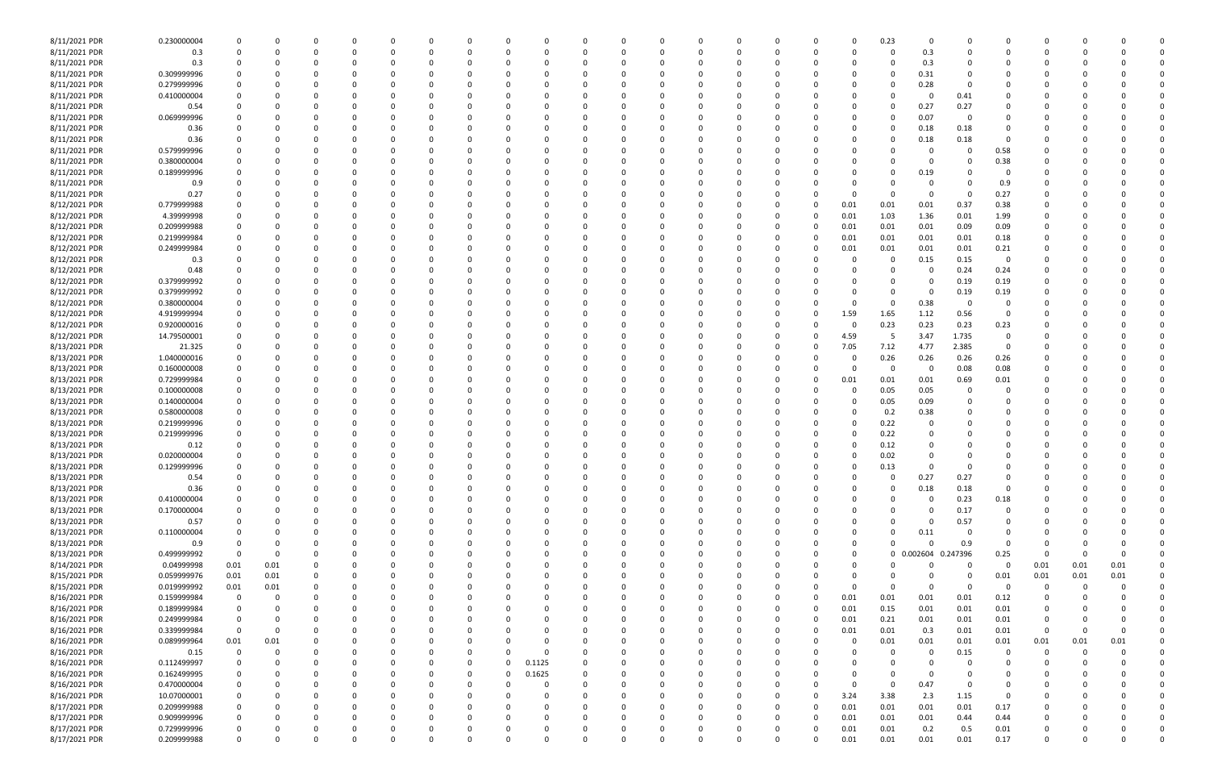| | | | | | | | | | | | | | | | | | | | | | | | | | | | | | | |
|---|---|---|---|---|---|---|---|---|---|---|---|---|---|---|---|---|---|---|---|---|---|---|---|---|---|---|---|---|---|---|
| 8/11/2021 PDR | 0.230000004 | 0 | 0 | 0 | 0 | 0 | 0 | 0 | 0 | 0 | 0 | 0 | 0 | 0 | 0 | 0 | 0 | 0 | 0 | 0 | 0 | 0 | 0.23 | 0 | 0 | 0 | 0 | 0 | 0 | 0 |
| 8/11/2021 PDR | 0.3 | 0 | 0 | 0 | 0 | 0 | 0 | 0 | 0 | 0 | 0 | 0 | 0 | 0 | 0 | 0 | 0 | 0 | 0 | 0 | 0 | 0 | 0 | 0.3 | 0 | 0 | 0 | 0 | 0 | 0 |
| 8/11/2021 PDR | 0.3 | 0 | 0 | 0 | 0 | 0 | 0 | 0 | 0 | 0 | 0 | 0 | 0 | 0 | 0 | 0 | 0 | 0 | 0 | 0 | 0 | 0 | 0 | 0.3 | 0 | 0 | 0 | 0 | 0 | 0 |
| 8/11/2021 PDR | 0.309999996 | 0 | 0 | 0 | 0 | 0 | 0 | 0 | 0 | 0 | 0 | 0 | 0 | 0 | 0 | 0 | 0 | 0 | 0 | 0 | 0 | 0 | 0 | 0.31 | 0 | 0 | 0 | 0 | 0 | 0 |
| 8/11/2021 PDR | 0.279999996 | 0 | 0 | 0 | 0 | 0 | 0 | 0 | 0 | 0 | 0 | 0 | 0 | 0 | 0 | 0 | 0 | 0 | 0 | 0 | 0 | 0 | 0 | 0.28 | 0 | 0 | 0 | 0 | 0 | 0 |
| 8/11/2021 PDR | 0.410000004 | 0 | 0 | 0 | 0 | 0 | 0 | 0 | 0 | 0 | 0 | 0 | 0 | 0 | 0 | 0 | 0 | 0 | 0 | 0 | 0 | 0 | 0 | 0 | 0.41 | 0 | 0 | 0 | 0 | 0 |
| 8/11/2021 PDR | 0.54 | 0 | 0 | 0 | 0 | 0 | 0 | 0 | 0 | 0 | 0 | 0 | 0 | 0 | 0 | 0 | 0 | 0 | 0 | 0 | 0 | 0 | 0 | 0.27 | 0.27 | 0 | 0 | 0 | 0 | 0 |
| 8/11/2021 PDR | 0.069999996 | 0 | 0 | 0 | 0 | 0 | 0 | 0 | 0 | 0 | 0 | 0 | 0 | 0 | 0 | 0 | 0 | 0 | 0 | 0 | 0 | 0 | 0 | 0.07 | 0 | 0 | 0 | 0 | 0 | 0 |
| 8/11/2021 PDR | 0.36 | 0 | 0 | 0 | 0 | 0 | 0 | 0 | 0 | 0 | 0 | 0 | 0 | 0 | 0 | 0 | 0 | 0 | 0 | 0 | 0 | 0 | 0 | 0.18 | 0.18 | 0 | 0 | 0 | 0 | 0 |
| 8/11/2021 PDR | 0.36 | 0 | 0 | 0 | 0 | 0 | 0 | 0 | 0 | 0 | 0 | 0 | 0 | 0 | 0 | 0 | 0 | 0 | 0 | 0 | 0 | 0 | 0 | 0.18 | 0.18 | 0 | 0 | 0 | 0 | 0 |
| 8/11/2021 PDR | 0.579999996 | 0 | 0 | 0 | 0 | 0 | 0 | 0 | 0 | 0 | 0 | 0 | 0 | 0 | 0 | 0 | 0 | 0 | 0 | 0 | 0 | 0 | 0 | 0 | 0 | 0.58 | 0 | 0 | 0 | 0 |
| 8/11/2021 PDR | 0.380000004 | 0 | 0 | 0 | 0 | 0 | 0 | 0 | 0 | 0 | 0 | 0 | 0 | 0 | 0 | 0 | 0 | 0 | 0 | 0 | 0 | 0 | 0 | 0 | 0 | 0.38 | 0 | 0 | 0 | 0 |
| 8/11/2021 PDR | 0.189999996 | 0 | 0 | 0 | 0 | 0 | 0 | 0 | 0 | 0 | 0 | 0 | 0 | 0 | 0 | 0 | 0 | 0 | 0 | 0 | 0 | 0 | 0 | 0.19 | 0 | 0 | 0 | 0 | 0 | 0 |
| 8/11/2021 PDR | 0.9 | 0 | 0 | 0 | 0 | 0 | 0 | 0 | 0 | 0 | 0 | 0 | 0 | 0 | 0 | 0 | 0 | 0 | 0 | 0 | 0 | 0 | 0 | 0 | 0 | 0.9 | 0 | 0 | 0 | 0 |
| 8/11/2021 PDR | 0.27 | 0 | 0 | 0 | 0 | 0 | 0 | 0 | 0 | 0 | 0 | 0 | 0 | 0 | 0 | 0 | 0 | 0 | 0 | 0 | 0 | 0 | 0 | 0 | 0 | 0.27 | 0 | 0 | 0 | 0 |
| 8/12/2021 PDR | 0.779999988 | 0 | 0 | 0 | 0 | 0 | 0 | 0 | 0 | 0 | 0 | 0 | 0 | 0 | 0 | 0 | 0 | 0 | 0 | 0 | 0 | 0.01 | 0.01 | 0.01 | 0.37 | 0.38 | 0 | 0 | 0 | 0 |
| 8/12/2021 PDR | 4.39999998 | 0 | 0 | 0 | 0 | 0 | 0 | 0 | 0 | 0 | 0 | 0 | 0 | 0 | 0 | 0 | 0 | 0 | 0 | 0 | 0 | 0.01 | 1.03 | 1.36 | 0.01 | 1.99 | 0 | 0 | 0 | 0 |
| 8/12/2021 PDR | 0.209999988 | 0 | 0 | 0 | 0 | 0 | 0 | 0 | 0 | 0 | 0 | 0 | 0 | 0 | 0 | 0 | 0 | 0 | 0 | 0 | 0 | 0.01 | 0.01 | 0.01 | 0.09 | 0.09 | 0 | 0 | 0 | 0 |
| 8/12/2021 PDR | 0.219999984 | 0 | 0 | 0 | 0 | 0 | 0 | 0 | 0 | 0 | 0 | 0 | 0 | 0 | 0 | 0 | 0 | 0 | 0 | 0 | 0 | 0.01 | 0.01 | 0.01 | 0.01 | 0.18 | 0 | 0 | 0 | 0 |
| 8/12/2021 PDR | 0.249999984 | 0 | 0 | 0 | 0 | 0 | 0 | 0 | 0 | 0 | 0 | 0 | 0 | 0 | 0 | 0 | 0 | 0 | 0 | 0 | 0 | 0.01 | 0.01 | 0.01 | 0.01 | 0.21 | 0 | 0 | 0 | 0 |
| 8/12/2021 PDR | 0.3 | 0 | 0 | 0 | 0 | 0 | 0 | 0 | 0 | 0 | 0 | 0 | 0 | 0 | 0 | 0 | 0 | 0 | 0 | 0 | 0 | 0 | 0 | 0.15 | 0.15 | 0 | 0 | 0 | 0 | 0 |
| 8/12/2021 PDR | 0.48 | 0 | 0 | 0 | 0 | 0 | 0 | 0 | 0 | 0 | 0 | 0 | 0 | 0 | 0 | 0 | 0 | 0 | 0 | 0 | 0 | 0 | 0 | 0 | 0.24 | 0.24 | 0 | 0 | 0 | 0 |
| 8/12/2021 PDR | 0.379999992 | 0 | 0 | 0 | 0 | 0 | 0 | 0 | 0 | 0 | 0 | 0 | 0 | 0 | 0 | 0 | 0 | 0 | 0 | 0 | 0 | 0 | 0 | 0 | 0.19 | 0.19 | 0 | 0 | 0 | 0 |
| 8/12/2021 PDR | 0.379999992 | 0 | 0 | 0 | 0 | 0 | 0 | 0 | 0 | 0 | 0 | 0 | 0 | 0 | 0 | 0 | 0 | 0 | 0 | 0 | 0 | 0 | 0 | 0 | 0.19 | 0.19 | 0 | 0 | 0 | 0 |
| 8/12/2021 PDR | 0.380000004 | 0 | 0 | 0 | 0 | 0 | 0 | 0 | 0 | 0 | 0 | 0 | 0 | 0 | 0 | 0 | 0 | 0 | 0 | 0 | 0 | 0 | 0 | 0.38 | 0 | 0 | 0 | 0 | 0 | 0 |
| 8/12/2021 PDR | 4.919999994 | 0 | 0 | 0 | 0 | 0 | 0 | 0 | 0 | 0 | 0 | 0 | 0 | 0 | 0 | 0 | 0 | 0 | 0 | 0 | 0 | 1.59 | 1.65 | 1.12 | 0.56 | 0 | 0 | 0 | 0 | 0 |
| 8/12/2021 PDR | 0.920000016 | 0 | 0 | 0 | 0 | 0 | 0 | 0 | 0 | 0 | 0 | 0 | 0 | 0 | 0 | 0 | 0 | 0 | 0 | 0 | 0 | 0 | 0.23 | 0.23 | 0.23 | 0.23 | 0 | 0 | 0 | 0 |
| 8/12/2021 PDR | 14.79500001 | 0 | 0 | 0 | 0 | 0 | 0 | 0 | 0 | 0 | 0 | 0 | 0 | 0 | 0 | 0 | 0 | 0 | 0 | 0 | 0 | 4.59 | 5 | 3.47 | 1.735 | 0 | 0 | 0 | 0 | 0 |
| 8/13/2021 PDR | 21.325 | 0 | 0 | 0 | 0 | 0 | 0 | 0 | 0 | 0 | 0 | 0 | 0 | 0 | 0 | 0 | 0 | 0 | 0 | 0 | 0 | 7.05 | 7.12 | 4.77 | 2.385 | 0 | 0 | 0 | 0 | 0 |
| 8/13/2021 PDR | 1.040000016 | 0 | 0 | 0 | 0 | 0 | 0 | 0 | 0 | 0 | 0 | 0 | 0 | 0 | 0 | 0 | 0 | 0 | 0 | 0 | 0 | 0 | 0.26 | 0.26 | 0.26 | 0.26 | 0 | 0 | 0 | 0 |
| 8/13/2021 PDR | 0.160000008 | 0 | 0 | 0 | 0 | 0 | 0 | 0 | 0 | 0 | 0 | 0 | 0 | 0 | 0 | 0 | 0 | 0 | 0 | 0 | 0 | 0 | 0 | 0 | 0.08 | 0.08 | 0 | 0 | 0 | 0 |
| 8/13/2021 PDR | 0.729999984 | 0 | 0 | 0 | 0 | 0 | 0 | 0 | 0 | 0 | 0 | 0 | 0 | 0 | 0 | 0 | 0 | 0 | 0 | 0 | 0 | 0.01 | 0.01 | 0.01 | 0.69 | 0.01 | 0 | 0 | 0 | 0 |
| 8/13/2021 PDR | 0.100000008 | 0 | 0 | 0 | 0 | 0 | 0 | 0 | 0 | 0 | 0 | 0 | 0 | 0 | 0 | 0 | 0 | 0 | 0 | 0 | 0 | 0 | 0.05 | 0.05 | 0 | 0 | 0 | 0 | 0 | 0 |
| 8/13/2021 PDR | 0.140000004 | 0 | 0 | 0 | 0 | 0 | 0 | 0 | 0 | 0 | 0 | 0 | 0 | 0 | 0 | 0 | 0 | 0 | 0 | 0 | 0 | 0 | 0.05 | 0.09 | 0 | 0 | 0 | 0 | 0 | 0 |
| 8/13/2021 PDR | 0.580000008 | 0 | 0 | 0 | 0 | 0 | 0 | 0 | 0 | 0 | 0 | 0 | 0 | 0 | 0 | 0 | 0 | 0 | 0 | 0 | 0 | 0 | 0.2 | 0.38 | 0 | 0 | 0 | 0 | 0 | 0 |
| 8/13/2021 PDR | 0.219999996 | 0 | 0 | 0 | 0 | 0 | 0 | 0 | 0 | 0 | 0 | 0 | 0 | 0 | 0 | 0 | 0 | 0 | 0 | 0 | 0 | 0 | 0.22 | 0 | 0 | 0 | 0 | 0 | 0 | 0 |
| 8/13/2021 PDR | 0.219999996 | 0 | 0 | 0 | 0 | 0 | 0 | 0 | 0 | 0 | 0 | 0 | 0 | 0 | 0 | 0 | 0 | 0 | 0 | 0 | 0 | 0 | 0.22 | 0 | 0 | 0 | 0 | 0 | 0 | 0 |
| 8/13/2021 PDR | 0.12 | 0 | 0 | 0 | 0 | 0 | 0 | 0 | 0 | 0 | 0 | 0 | 0 | 0 | 0 | 0 | 0 | 0 | 0 | 0 | 0 | 0 | 0.12 | 0 | 0 | 0 | 0 | 0 | 0 | 0 |
| 8/13/2021 PDR | 0.020000004 | 0 | 0 | 0 | 0 | 0 | 0 | 0 | 0 | 0 | 0 | 0 | 0 | 0 | 0 | 0 | 0 | 0 | 0 | 0 | 0 | 0 | 0.02 | 0 | 0 | 0 | 0 | 0 | 0 | 0 |
| 8/13/2021 PDR | 0.129999996 | 0 | 0 | 0 | 0 | 0 | 0 | 0 | 0 | 0 | 0 | 0 | 0 | 0 | 0 | 0 | 0 | 0 | 0 | 0 | 0 | 0 | 0.13 | 0 | 0 | 0 | 0 | 0 | 0 | 0 |
| 8/13/2021 PDR | 0.54 | 0 | 0 | 0 | 0 | 0 | 0 | 0 | 0 | 0 | 0 | 0 | 0 | 0 | 0 | 0 | 0 | 0 | 0 | 0 | 0 | 0 | 0 | 0.27 | 0.27 | 0 | 0 | 0 | 0 | 0 |
| 8/13/2021 PDR | 0.36 | 0 | 0 | 0 | 0 | 0 | 0 | 0 | 0 | 0 | 0 | 0 | 0 | 0 | 0 | 0 | 0 | 0 | 0 | 0 | 0 | 0 | 0 | 0.18 | 0.18 | 0 | 0 | 0 | 0 | 0 |
| 8/13/2021 PDR | 0.410000004 | 0 | 0 | 0 | 0 | 0 | 0 | 0 | 0 | 0 | 0 | 0 | 0 | 0 | 0 | 0 | 0 | 0 | 0 | 0 | 0 | 0 | 0 | 0 | 0.23 | 0.18 | 0 | 0 | 0 | 0 |
| 8/13/2021 PDR | 0.170000004 | 0 | 0 | 0 | 0 | 0 | 0 | 0 | 0 | 0 | 0 | 0 | 0 | 0 | 0 | 0 | 0 | 0 | 0 | 0 | 0 | 0 | 0 | 0 | 0.17 | 0 | 0 | 0 | 0 | 0 |
| 8/13/2021 PDR | 0.57 | 0 | 0 | 0 | 0 | 0 | 0 | 0 | 0 | 0 | 0 | 0 | 0 | 0 | 0 | 0 | 0 | 0 | 0 | 0 | 0 | 0 | 0 | 0 | 0.57 | 0 | 0 | 0 | 0 | 0 |
| 8/13/2021 PDR | 0.110000004 | 0 | 0 | 0 | 0 | 0 | 0 | 0 | 0 | 0 | 0 | 0 | 0 | 0 | 0 | 0 | 0 | 0 | 0 | 0 | 0 | 0 | 0 | 0.11 | 0 | 0 | 0 | 0 | 0 | 0 |
| 8/13/2021 PDR | 0.9 | 0 | 0 | 0 | 0 | 0 | 0 | 0 | 0 | 0 | 0 | 0 | 0 | 0 | 0 | 0 | 0 | 0 | 0 | 0 | 0 | 0 | 0 | 0 | 0.9 | 0 | 0 | 0 | 0 | 0 |
| 8/13/2021 PDR | 0.499999992 | 0 | 0 | 0 | 0 | 0 | 0 | 0 | 0 | 0 | 0 | 0 | 0 | 0 | 0 | 0 | 0 | 0 | 0 | 0 | 0 | 0 | 0 | 0.002604 | 0.247396 | 0.25 | 0 | 0 | 0 | 0 |
| 8/14/2021 PDR | 0.04999998 | 0.01 | 0.01 | 0 | 0 | 0 | 0 | 0 | 0 | 0 | 0 | 0 | 0 | 0 | 0 | 0 | 0 | 0 | 0 | 0 | 0 | 0 | 0 | 0 | 0 | 0 | 0.01 | 0.01 | 0.01 | 0 |
| 8/15/2021 PDR | 0.059999976 | 0.01 | 0.01 | 0 | 0 | 0 | 0 | 0 | 0 | 0 | 0 | 0 | 0 | 0 | 0 | 0 | 0 | 0 | 0 | 0 | 0 | 0 | 0 | 0 | 0 | 0.01 | 0.01 | 0.01 | 0.01 | 0 |
| 8/15/2021 PDR | 0.019999992 | 0.01 | 0.01 | 0 | 0 | 0 | 0 | 0 | 0 | 0 | 0 | 0 | 0 | 0 | 0 | 0 | 0 | 0 | 0 | 0 | 0 | 0 | 0 | 0 | 0 | 0 | 0 | 0 | 0 | 0 |
| 8/16/2021 PDR | 0.159999984 | 0 | 0 | 0 | 0 | 0 | 0 | 0 | 0 | 0 | 0 | 0 | 0 | 0 | 0 | 0 | 0 | 0 | 0 | 0 | 0 | 0.01 | 0.01 | 0.01 | 0.01 | 0.12 | 0 | 0 | 0 | 0 |
| 8/16/2021 PDR | 0.189999984 | 0 | 0 | 0 | 0 | 0 | 0 | 0 | 0 | 0 | 0 | 0 | 0 | 0 | 0 | 0 | 0 | 0 | 0 | 0 | 0 | 0.01 | 0.15 | 0.01 | 0.01 | 0.01 | 0 | 0 | 0 | 0 |
| 8/16/2021 PDR | 0.249999984 | 0 | 0 | 0 | 0 | 0 | 0 | 0 | 0 | 0 | 0 | 0 | 0 | 0 | 0 | 0 | 0 | 0 | 0 | 0 | 0 | 0.01 | 0.21 | 0.01 | 0.01 | 0.01 | 0 | 0 | 0 | 0 |
| 8/16/2021 PDR | 0.339999984 | 0 | 0 | 0 | 0 | 0 | 0 | 0 | 0 | 0 | 0 | 0 | 0 | 0 | 0 | 0 | 0 | 0 | 0 | 0 | 0 | 0.01 | 0.01 | 0.3 | 0.01 | 0.01 | 0 | 0 | 0 | 0 |
| 8/16/2021 PDR | 0.089999964 | 0.01 | 0.01 | 0 | 0 | 0 | 0 | 0 | 0 | 0 | 0 | 0 | 0 | 0 | 0 | 0 | 0 | 0 | 0 | 0 | 0 | 0 | 0.01 | 0.01 | 0.01 | 0.01 | 0.01 | 0.01 | 0.01 | 0 |
| 8/16/2021 PDR | 0.15 | 0 | 0 | 0 | 0 | 0 | 0 | 0 | 0 | 0 | 0 | 0 | 0 | 0 | 0 | 0 | 0 | 0 | 0 | 0 | 0 | 0 | 0 | 0 | 0.15 | 0 | 0 | 0 | 0 | 0 |
| 8/16/2021 PDR | 0.112499997 | 0 | 0 | 0 | 0 | 0 | 0 | 0 | 0 | 0 | 0 | 0.1125 | 0 | 0 | 0 | 0 | 0 | 0 | 0 | 0 | 0 | 0 | 0 | 0 | 0 | 0 | 0 | 0 | 0 | 0 |
| 8/16/2021 PDR | 0.162499995 | 0 | 0 | 0 | 0 | 0 | 0 | 0 | 0 | 0 | 0 | 0.1625 | 0 | 0 | 0 | 0 | 0 | 0 | 0 | 0 | 0 | 0 | 0 | 0 | 0 | 0 | 0 | 0 | 0 | 0 |
| 8/16/2021 PDR | 0.470000004 | 0 | 0 | 0 | 0 | 0 | 0 | 0 | 0 | 0 | 0 | 0 | 0 | 0 | 0 | 0 | 0 | 0 | 0 | 0 | 0 | 0 | 0 | 0.47 | 0 | 0 | 0 | 0 | 0 | 0 |
| 8/16/2021 PDR | 10.07000001 | 0 | 0 | 0 | 0 | 0 | 0 | 0 | 0 | 0 | 0 | 0 | 0 | 0 | 0 | 0 | 0 | 0 | 0 | 0 | 0 | 3.24 | 3.38 | 2.3 | 1.15 | 0 | 0 | 0 | 0 | 0 |
| 8/17/2021 PDR | 0.209999988 | 0 | 0 | 0 | 0 | 0 | 0 | 0 | 0 | 0 | 0 | 0 | 0 | 0 | 0 | 0 | 0 | 0 | 0 | 0 | 0 | 0.01 | 0.01 | 0.01 | 0.01 | 0.17 | 0 | 0 | 0 | 0 |
| 8/17/2021 PDR | 0.909999996 | 0 | 0 | 0 | 0 | 0 | 0 | 0 | 0 | 0 | 0 | 0 | 0 | 0 | 0 | 0 | 0 | 0 | 0 | 0 | 0 | 0.01 | 0.01 | 0.01 | 0.44 | 0.44 | 0 | 0 | 0 | 0 |
| 8/17/2021 PDR | 0.729999996 | 0 | 0 | 0 | 0 | 0 | 0 | 0 | 0 | 0 | 0 | 0 | 0 | 0 | 0 | 0 | 0 | 0 | 0 | 0 | 0 | 0.01 | 0.01 | 0.2 | 0.5 | 0.01 | 0 | 0 | 0 | 0 |
| 8/17/2021 PDR | 0.209999988 | 0 | 0 | 0 | 0 | 0 | 0 | 0 | 0 | 0 | 0 | 0 | 0 | 0 | 0 | 0 | 0 | 0 | 0 | 0 | 0 | 0.01 | 0.01 | 0.01 | 0.01 | 0.17 | 0 | 0 | 0 | 0 |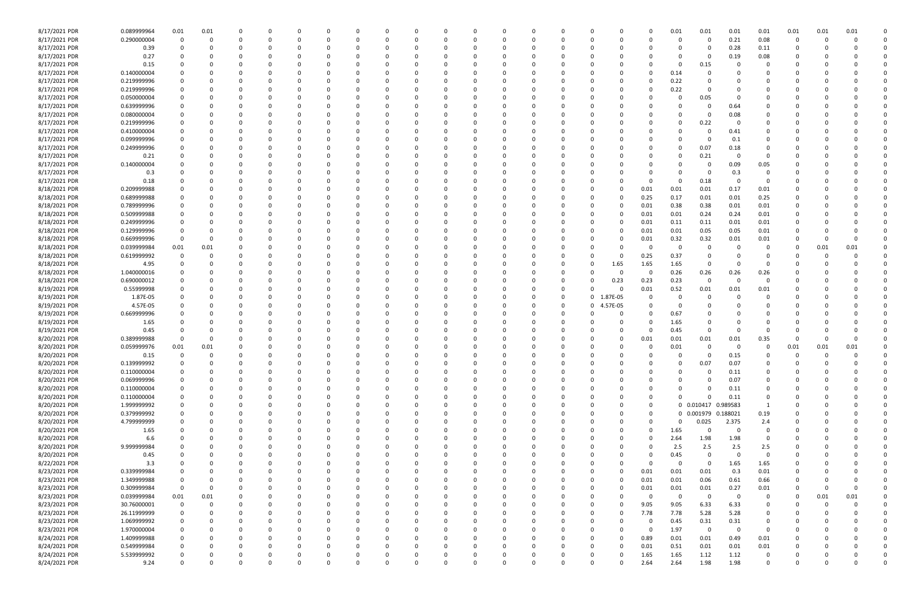| | | | | | | | | | | | | | | | | | | | | | | | | | | |
|---|---|---|---|---|---|---|---|---|---|---|---|---|---|---|---|---|---|---|---|---|---|---|---|---|---|---|
| 8/17/2021 PDR | 0.089999964 | 0.01 | 0.01 | 0 | 0 | 0 | 0 | 0 | 0 | 0 | 0 | 0 | 0 | 0 | 0 | 0 | 0 | 0 | 0.01 | 0.01 | 0.01 | 0.01 | 0.01 | 0.01 | 0.01 | 0 |
| 8/17/2021 PDR | 0.290000004 | 0 | 0 | 0 | 0 | 0 | 0 | 0 | 0 | 0 | 0 | 0 | 0 | 0 | 0 | 0 | 0 | 0 | 0 | 0 | 0.21 | 0.08 | 0 | 0 | 0 | 0 |
| 8/17/2021 PDR | 0.39 | 0 | 0 | 0 | 0 | 0 | 0 | 0 | 0 | 0 | 0 | 0 | 0 | 0 | 0 | 0 | 0 | 0 | 0 | 0 | 0.28 | 0.11 | 0 | 0 | 0 | 0 |
| 8/17/2021 PDR | 0.27 | 0 | 0 | 0 | 0 | 0 | 0 | 0 | 0 | 0 | 0 | 0 | 0 | 0 | 0 | 0 | 0 | 0 | 0 | 0 | 0.19 | 0.08 | 0 | 0 | 0 | 0 |
| 8/17/2021 PDR | 0.15 | 0 | 0 | 0 | 0 | 0 | 0 | 0 | 0 | 0 | 0 | 0 | 0 | 0 | 0 | 0 | 0 | 0 | 0 | 0.15 | 0 | 0 | 0 | 0 | 0 | 0 |
| 8/17/2021 PDR | 0.140000004 | 0 | 0 | 0 | 0 | 0 | 0 | 0 | 0 | 0 | 0 | 0 | 0 | 0 | 0 | 0 | 0 | 0 | 0.14 | 0 | 0 | 0 | 0 | 0 | 0 | 0 |
| 8/17/2021 PDR | 0.219999996 | 0 | 0 | 0 | 0 | 0 | 0 | 0 | 0 | 0 | 0 | 0 | 0 | 0 | 0 | 0 | 0 | 0 | 0.22 | 0 | 0 | 0 | 0 | 0 | 0 | 0 |
| 8/17/2021 PDR | 0.219999996 | 0 | 0 | 0 | 0 | 0 | 0 | 0 | 0 | 0 | 0 | 0 | 0 | 0 | 0 | 0 | 0 | 0 | 0.22 | 0 | 0 | 0 | 0 | 0 | 0 | 0 |
| 8/17/2021 PDR | 0.050000004 | 0 | 0 | 0 | 0 | 0 | 0 | 0 | 0 | 0 | 0 | 0 | 0 | 0 | 0 | 0 | 0 | 0 | 0 | 0.05 | 0 | 0 | 0 | 0 | 0 | 0 |
| 8/17/2021 PDR | 0.639999996 | 0 | 0 | 0 | 0 | 0 | 0 | 0 | 0 | 0 | 0 | 0 | 0 | 0 | 0 | 0 | 0 | 0 | 0 | 0 | 0.64 | 0 | 0 | 0 | 0 | 0 |
| 8/17/2021 PDR | 0.080000004 | 0 | 0 | 0 | 0 | 0 | 0 | 0 | 0 | 0 | 0 | 0 | 0 | 0 | 0 | 0 | 0 | 0 | 0 | 0 | 0.08 | 0 | 0 | 0 | 0 | 0 |
| 8/17/2021 PDR | 0.219999996 | 0 | 0 | 0 | 0 | 0 | 0 | 0 | 0 | 0 | 0 | 0 | 0 | 0 | 0 | 0 | 0 | 0 | 0 | 0.22 | 0 | 0 | 0 | 0 | 0 | 0 |
| 8/17/2021 PDR | 0.410000004 | 0 | 0 | 0 | 0 | 0 | 0 | 0 | 0 | 0 | 0 | 0 | 0 | 0 | 0 | 0 | 0 | 0 | 0 | 0 | 0.41 | 0 | 0 | 0 | 0 | 0 |
| 8/17/2021 PDR | 0.099999996 | 0 | 0 | 0 | 0 | 0 | 0 | 0 | 0 | 0 | 0 | 0 | 0 | 0 | 0 | 0 | 0 | 0 | 0 | 0 | 0.1 | 0 | 0 | 0 | 0 | 0 |
| 8/17/2021 PDR | 0.249999996 | 0 | 0 | 0 | 0 | 0 | 0 | 0 | 0 | 0 | 0 | 0 | 0 | 0 | 0 | 0 | 0 | 0 | 0 | 0.07 | 0.18 | 0 | 0 | 0 | 0 | 0 |
| 8/17/2021 PDR | 0.21 | 0 | 0 | 0 | 0 | 0 | 0 | 0 | 0 | 0 | 0 | 0 | 0 | 0 | 0 | 0 | 0 | 0 | 0 | 0.21 | 0 | 0 | 0 | 0 | 0 | 0 |
| 8/17/2021 PDR | 0.140000004 | 0 | 0 | 0 | 0 | 0 | 0 | 0 | 0 | 0 | 0 | 0 | 0 | 0 | 0 | 0 | 0 | 0 | 0 | 0 | 0.09 | 0.05 | 0 | 0 | 0 | 0 |
| 8/17/2021 PDR | 0.3 | 0 | 0 | 0 | 0 | 0 | 0 | 0 | 0 | 0 | 0 | 0 | 0 | 0 | 0 | 0 | 0 | 0 | 0 | 0 | 0.3 | 0 | 0 | 0 | 0 | 0 |
| 8/17/2021 PDR | 0.18 | 0 | 0 | 0 | 0 | 0 | 0 | 0 | 0 | 0 | 0 | 0 | 0 | 0 | 0 | 0 | 0 | 0 | 0 | 0.18 | 0 | 0 | 0 | 0 | 0 | 0 |
| 8/18/2021 PDR | 0.209999988 | 0 | 0 | 0 | 0 | 0 | 0 | 0 | 0 | 0 | 0 | 0 | 0 | 0 | 0 | 0 | 0 | 0.01 | 0.01 | 0.01 | 0.17 | 0.01 | 0 | 0 | 0 | 0 |
| 8/18/2021 PDR | 0.689999988 | 0 | 0 | 0 | 0 | 0 | 0 | 0 | 0 | 0 | 0 | 0 | 0 | 0 | 0 | 0 | 0 | 0.25 | 0.17 | 0.01 | 0.01 | 0.25 | 0 | 0 | 0 | 0 |
| 8/18/2021 PDR | 0.789999996 | 0 | 0 | 0 | 0 | 0 | 0 | 0 | 0 | 0 | 0 | 0 | 0 | 0 | 0 | 0 | 0 | 0.01 | 0.38 | 0.38 | 0.01 | 0.01 | 0 | 0 | 0 | 0 |
| 8/18/2021 PDR | 0.509999988 | 0 | 0 | 0 | 0 | 0 | 0 | 0 | 0 | 0 | 0 | 0 | 0 | 0 | 0 | 0 | 0 | 0.01 | 0.01 | 0.24 | 0.24 | 0.01 | 0 | 0 | 0 | 0 |
| 8/18/2021 PDR | 0.249999996 | 0 | 0 | 0 | 0 | 0 | 0 | 0 | 0 | 0 | 0 | 0 | 0 | 0 | 0 | 0 | 0 | 0.01 | 0.11 | 0.11 | 0.01 | 0.01 | 0 | 0 | 0 | 0 |
| 8/18/2021 PDR | 0.129999996 | 0 | 0 | 0 | 0 | 0 | 0 | 0 | 0 | 0 | 0 | 0 | 0 | 0 | 0 | 0 | 0 | 0.01 | 0.01 | 0.05 | 0.05 | 0.01 | 0 | 0 | 0 | 0 |
| 8/18/2021 PDR | 0.669999996 | 0 | 0 | 0 | 0 | 0 | 0 | 0 | 0 | 0 | 0 | 0 | 0 | 0 | 0 | 0 | 0 | 0.01 | 0.32 | 0.32 | 0.01 | 0.01 | 0 | 0 | 0 | 0 |
| 8/18/2021 PDR | 0.039999984 | 0.01 | 0.01 | 0 | 0 | 0 | 0 | 0 | 0 | 0 | 0 | 0 | 0 | 0 | 0 | 0 | 0 | 0 | 0 | 0 | 0 | 0 | 0 | 0.01 | 0.01 | 0 |
| 8/18/2021 PDR | 0.619999992 | 0 | 0 | 0 | 0 | 0 | 0 | 0 | 0 | 0 | 0 | 0 | 0 | 0 | 0 | 0 | 0 | 0.25 | 0.37 | 0 | 0 | 0 | 0 | 0 | 0 | 0 |
| 8/18/2021 PDR | 4.95 | 0 | 0 | 0 | 0 | 0 | 0 | 0 | 0 | 0 | 0 | 0 | 0 | 0 | 0 | 0 | 1.65 | 1.65 | 1.65 | 0 | 0 | 0 | 0 | 0 | 0 | 0 |
| 8/18/2021 PDR | 1.040000016 | 0 | 0 | 0 | 0 | 0 | 0 | 0 | 0 | 0 | 0 | 0 | 0 | 0 | 0 | 0 | 0 | 0 | 0.26 | 0.26 | 0.26 | 0.26 | 0 | 0 | 0 | 0 |
| 8/18/2021 PDR | 0.690000012 | 0 | 0 | 0 | 0 | 0 | 0 | 0 | 0 | 0 | 0 | 0 | 0 | 0 | 0 | 0 | 0.23 | 0.23 | 0.23 | 0 | 0 | 0 | 0 | 0 | 0 | 0 |
| 8/19/2021 PDR | 0.55999998 | 0 | 0 | 0 | 0 | 0 | 0 | 0 | 0 | 0 | 0 | 0 | 0 | 0 | 0 | 0 | 0 | 0.01 | 0.52 | 0.01 | 0.01 | 0.01 | 0 | 0 | 0 | 0 |
| 8/19/2021 PDR | 1.87E-05 | 0 | 0 | 0 | 0 | 0 | 0 | 0 | 0 | 0 | 0 | 0 | 0 | 0 | 0 | 0 | 1.87E-05 | 0 | 0 | 0 | 0 | 0 | 0 | 0 | 0 | 0 |
| 8/19/2021 PDR | 4.57E-05 | 0 | 0 | 0 | 0 | 0 | 0 | 0 | 0 | 0 | 0 | 0 | 0 | 0 | 0 | 0 | 4.57E-05 | 0 | 0 | 0 | 0 | 0 | 0 | 0 | 0 | 0 |
| 8/19/2021 PDR | 0.669999996 | 0 | 0 | 0 | 0 | 0 | 0 | 0 | 0 | 0 | 0 | 0 | 0 | 0 | 0 | 0 | 0 | 0 | 0.67 | 0 | 0 | 0 | 0 | 0 | 0 | 0 |
| 8/19/2021 PDR | 1.65 | 0 | 0 | 0 | 0 | 0 | 0 | 0 | 0 | 0 | 0 | 0 | 0 | 0 | 0 | 0 | 0 | 0 | 1.65 | 0 | 0 | 0 | 0 | 0 | 0 | 0 |
| 8/19/2021 PDR | 0.45 | 0 | 0 | 0 | 0 | 0 | 0 | 0 | 0 | 0 | 0 | 0 | 0 | 0 | 0 | 0 | 0 | 0 | 0.45 | 0 | 0 | 0 | 0 | 0 | 0 | 0 |
| 8/20/2021 PDR | 0.389999988 | 0 | 0 | 0 | 0 | 0 | 0 | 0 | 0 | 0 | 0 | 0 | 0 | 0 | 0 | 0 | 0 | 0.01 | 0.01 | 0.01 | 0.01 | 0.35 | 0 | 0 | 0 | 0 |
| 8/20/2021 PDR | 0.059999976 | 0.01 | 0.01 | 0 | 0 | 0 | 0 | 0 | 0 | 0 | 0 | 0 | 0 | 0 | 0 | 0 | 0 | 0 | 0.01 | 0 | 0 | 0 | 0.01 | 0.01 | 0.01 | 0 |
| 8/20/2021 PDR | 0.15 | 0 | 0 | 0 | 0 | 0 | 0 | 0 | 0 | 0 | 0 | 0 | 0 | 0 | 0 | 0 | 0 | 0 | 0 | 0 | 0.15 | 0 | 0 | 0 | 0 | 0 |
| 8/20/2021 PDR | 0.139999992 | 0 | 0 | 0 | 0 | 0 | 0 | 0 | 0 | 0 | 0 | 0 | 0 | 0 | 0 | 0 | 0 | 0 | 0 | 0.07 | 0.07 | 0 | 0 | 0 | 0 | 0 |
| 8/20/2021 PDR | 0.110000004 | 0 | 0 | 0 | 0 | 0 | 0 | 0 | 0 | 0 | 0 | 0 | 0 | 0 | 0 | 0 | 0 | 0 | 0 | 0 | 0.11 | 0 | 0 | 0 | 0 | 0 |
| 8/20/2021 PDR | 0.069999996 | 0 | 0 | 0 | 0 | 0 | 0 | 0 | 0 | 0 | 0 | 0 | 0 | 0 | 0 | 0 | 0 | 0 | 0 | 0 | 0.07 | 0 | 0 | 0 | 0 | 0 |
| 8/20/2021 PDR | 0.110000004 | 0 | 0 | 0 | 0 | 0 | 0 | 0 | 0 | 0 | 0 | 0 | 0 | 0 | 0 | 0 | 0 | 0 | 0 | 0 | 0.11 | 0 | 0 | 0 | 0 | 0 |
| 8/20/2021 PDR | 0.110000004 | 0 | 0 | 0 | 0 | 0 | 0 | 0 | 0 | 0 | 0 | 0 | 0 | 0 | 0 | 0 | 0 | 0 | 0 | 0 | 0.11 | 0 | 0 | 0 | 0 | 0 |
| 8/20/2021 PDR | 1.999999992 | 0 | 0 | 0 | 0 | 0 | 0 | 0 | 0 | 0 | 0 | 0 | 0 | 0 | 0 | 0 | 0 | 0 | 0 | 0.010417 | 0.989583 | 1 | 0 | 0 | 0 | 0 |
| 8/20/2021 PDR | 0.379999992 | 0 | 0 | 0 | 0 | 0 | 0 | 0 | 0 | 0 | 0 | 0 | 0 | 0 | 0 | 0 | 0 | 0 | 0 | 0.001979 | 0.188021 | 0.19 | 0 | 0 | 0 | 0 |
| 8/20/2021 PDR | 4.799999999 | 0 | 0 | 0 | 0 | 0 | 0 | 0 | 0 | 0 | 0 | 0 | 0 | 0 | 0 | 0 | 0 | 0 | 0 | 0.025 | 2.375 | 2.4 | 0 | 0 | 0 | 0 |
| 8/20/2021 PDR | 1.65 | 0 | 0 | 0 | 0 | 0 | 0 | 0 | 0 | 0 | 0 | 0 | 0 | 0 | 0 | 0 | 0 | 0 | 1.65 | 0 | 0 | 0 | 0 | 0 | 0 | 0 |
| 8/20/2021 PDR | 6.6 | 0 | 0 | 0 | 0 | 0 | 0 | 0 | 0 | 0 | 0 | 0 | 0 | 0 | 0 | 0 | 0 | 0 | 2.64 | 1.98 | 1.98 | 0 | 0 | 0 | 0 | 0 |
| 8/20/2021 PDR | 9.999999984 | 0 | 0 | 0 | 0 | 0 | 0 | 0 | 0 | 0 | 0 | 0 | 0 | 0 | 0 | 0 | 0 | 0 | 2.5 | 2.5 | 2.5 | 2.5 | 0 | 0 | 0 | 0 |
| 8/20/2021 PDR | 0.45 | 0 | 0 | 0 | 0 | 0 | 0 | 0 | 0 | 0 | 0 | 0 | 0 | 0 | 0 | 0 | 0 | 0 | 0.45 | 0 | 0 | 0 | 0 | 0 | 0 | 0 |
| 8/22/2021 PDR | 3.3 | 0 | 0 | 0 | 0 | 0 | 0 | 0 | 0 | 0 | 0 | 0 | 0 | 0 | 0 | 0 | 0 | 0 | 0 | 0 | 1.65 | 1.65 | 0 | 0 | 0 | 0 |
| 8/23/2021 PDR | 0.339999984 | 0 | 0 | 0 | 0 | 0 | 0 | 0 | 0 | 0 | 0 | 0 | 0 | 0 | 0 | 0 | 0 | 0.01 | 0.01 | 0.01 | 0.3 | 0.01 | 0 | 0 | 0 | 0 |
| 8/23/2021 PDR | 1.349999988 | 0 | 0 | 0 | 0 | 0 | 0 | 0 | 0 | 0 | 0 | 0 | 0 | 0 | 0 | 0 | 0 | 0.01 | 0.01 | 0.06 | 0.61 | 0.66 | 0 | 0 | 0 | 0 |
| 8/23/2021 PDR | 0.309999984 | 0 | 0 | 0 | 0 | 0 | 0 | 0 | 0 | 0 | 0 | 0 | 0 | 0 | 0 | 0 | 0 | 0.01 | 0.01 | 0.01 | 0.27 | 0.01 | 0 | 0 | 0 | 0 |
| 8/23/2021 PDR | 0.039999984 | 0.01 | 0.01 | 0 | 0 | 0 | 0 | 0 | 0 | 0 | 0 | 0 | 0 | 0 | 0 | 0 | 0 | 0 | 0 | 0 | 0 | 0 | 0 | 0.01 | 0.01 | 0 |
| 8/23/2021 PDR | 30.76000001 | 0 | 0 | 0 | 0 | 0 | 0 | 0 | 0 | 0 | 0 | 0 | 0 | 0 | 0 | 0 | 0 | 9.05 | 9.05 | 6.33 | 6.33 | 0 | 0 | 0 | 0 | 0 |
| 8/23/2021 PDR | 26.11999999 | 0 | 0 | 0 | 0 | 0 | 0 | 0 | 0 | 0 | 0 | 0 | 0 | 0 | 0 | 0 | 0 | 7.78 | 7.78 | 5.28 | 5.28 | 0 | 0 | 0 | 0 | 0 |
| 8/23/2021 PDR | 1.069999992 | 0 | 0 | 0 | 0 | 0 | 0 | 0 | 0 | 0 | 0 | 0 | 0 | 0 | 0 | 0 | 0 | 0 | 0.45 | 0.31 | 0.31 | 0 | 0 | 0 | 0 | 0 |
| 8/23/2021 PDR | 1.970000004 | 0 | 0 | 0 | 0 | 0 | 0 | 0 | 0 | 0 | 0 | 0 | 0 | 0 | 0 | 0 | 0 | 0 | 1.97 | 0 | 0 | 0 | 0 | 0 | 0 | 0 |
| 8/24/2021 PDR | 1.409999988 | 0 | 0 | 0 | 0 | 0 | 0 | 0 | 0 | 0 | 0 | 0 | 0 | 0 | 0 | 0 | 0 | 0.89 | 0.01 | 0.01 | 0.49 | 0.01 | 0 | 0 | 0 | 0 |
| 8/24/2021 PDR | 0.549999984 | 0 | 0 | 0 | 0 | 0 | 0 | 0 | 0 | 0 | 0 | 0 | 0 | 0 | 0 | 0 | 0 | 0.01 | 0.51 | 0.01 | 0.01 | 0.01 | 0 | 0 | 0 | 0 |
| 8/24/2021 PDR | 5.539999992 | 0 | 0 | 0 | 0 | 0 | 0 | 0 | 0 | 0 | 0 | 0 | 0 | 0 | 0 | 0 | 0 | 1.65 | 1.65 | 1.12 | 1.12 | 0 | 0 | 0 | 0 | 0 |
| 8/24/2021 PDR | 9.24 | 0 | 0 | 0 | 0 | 0 | 0 | 0 | 0 | 0 | 0 | 0 | 0 | 0 | 0 | 0 | 0 | 2.64 | 2.64 | 1.98 | 1.98 | 0 | 0 | 0 | 0 | 0 |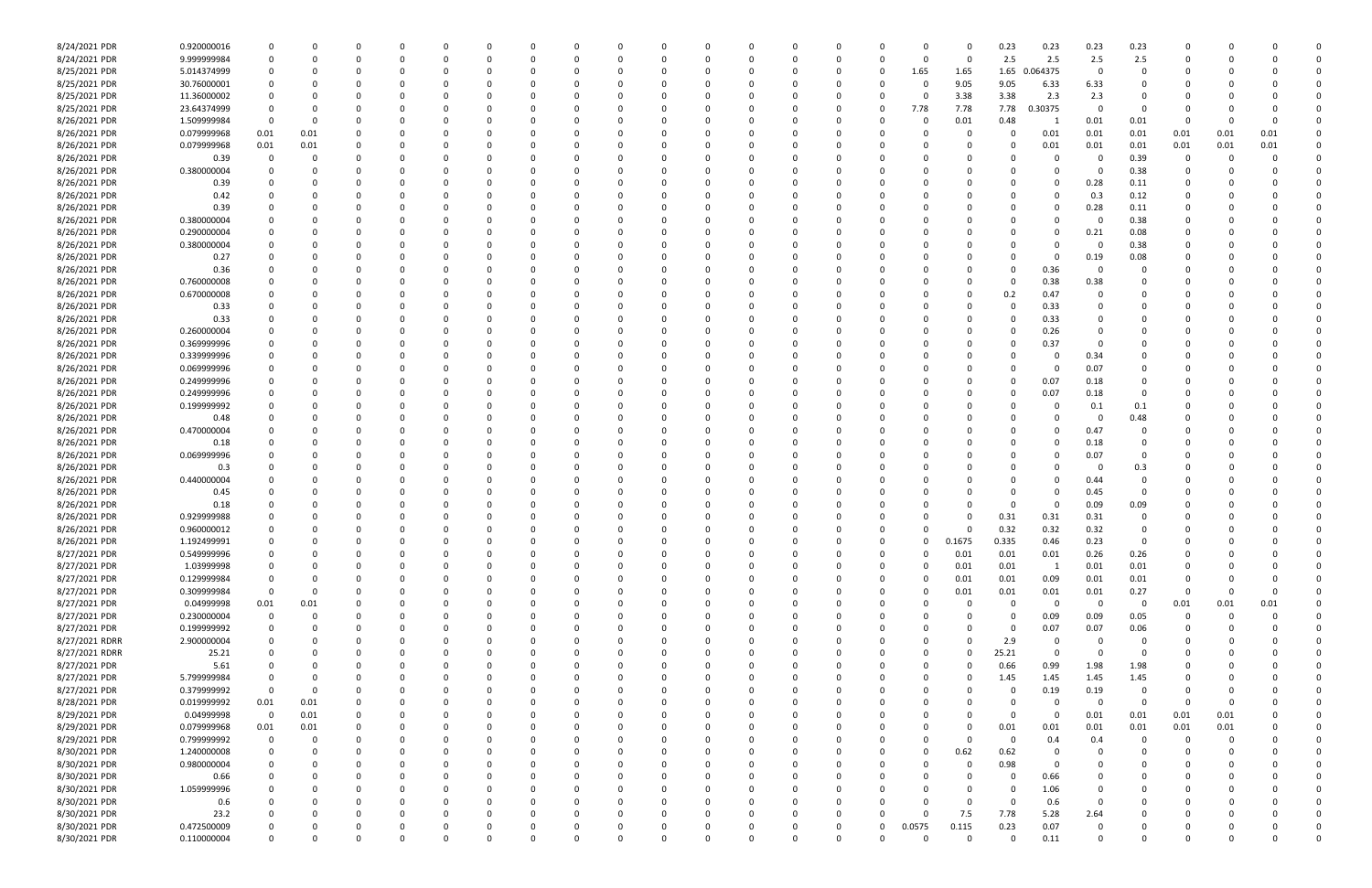| | | | | | | | | | | | | | | | | | | | | | | | | | | | | |
|---|---|---|---|---|---|---|---|---|---|---|---|---|---|---|---|---|---|---|---|---|---|---|---|---|---|---|---|---|
| 8/24/2021 PDR | 0.920000016 | 0 | 0 | 0 | 0 | 0 | 0 | 0 | 0 | 0 | 0 | 0 | 0 | 0 | 0 | 0 | 0 | 0 | 0 | 0.23 | 0.23 | 0.23 | 0.23 | 0 | 0 | 0 | 0 | 0 |
| 8/24/2021 PDR | 9.999999984 | 0 | 0 | 0 | 0 | 0 | 0 | 0 | 0 | 0 | 0 | 0 | 0 | 0 | 0 | 0 | 0 | 0 | 0 | 2.5 | 2.5 | 2.5 | 2.5 | 0 | 0 | 0 | 0 | 0 |
| 8/25/2021 PDR | 5.014374999 | 0 | 0 | 0 | 0 | 0 | 0 | 0 | 0 | 0 | 0 | 0 | 0 | 0 | 0 | 0 | 0 | 1.65 | 1.65 | 1.65 | 0.064375 | 0 | 0 | 0 | 0 | 0 | 0 | 0 |
| 8/25/2021 PDR | 30.76000001 | 0 | 0 | 0 | 0 | 0 | 0 | 0 | 0 | 0 | 0 | 0 | 0 | 0 | 0 | 0 | 0 | 0 | 9.05 | 9.05 | 6.33 | 6.33 | 0 | 0 | 0 | 0 | 0 | 0 |
| 8/25/2021 PDR | 11.36000002 | 0 | 0 | 0 | 0 | 0 | 0 | 0 | 0 | 0 | 0 | 0 | 0 | 0 | 0 | 0 | 0 | 0 | 3.38 | 3.38 | 2.3 | 2.3 | 0 | 0 | 0 | 0 | 0 | 0 |
| 8/25/2021 PDR | 23.64374999 | 0 | 0 | 0 | 0 | 0 | 0 | 0 | 0 | 0 | 0 | 0 | 0 | 0 | 0 | 0 | 0 | 7.78 | 7.78 | 7.78 | 0.30375 | 0 | 0 | 0 | 0 | 0 | 0 | 0 |
| 8/26/2021 PDR | 1.509999984 | 0 | 0 | 0 | 0 | 0 | 0 | 0 | 0 | 0 | 0 | 0 | 0 | 0 | 0 | 0 | 0 | 0 | 0.01 | 0.48 | 1 | 0.01 | 0.01 | 0 | 0 | 0 | 0 | 0 |
| 8/26/2021 PDR | 0.079999968 | 0.01 | 0.01 | 0 | 0 | 0 | 0 | 0 | 0 | 0 | 0 | 0 | 0 | 0 | 0 | 0 | 0 | 0 | 0 | 0 | 0.01 | 0.01 | 0.01 | 0.01 | 0.01 | 0.01 | 0 | 0 |
| 8/26/2021 PDR | 0.079999968 | 0.01 | 0.01 | 0 | 0 | 0 | 0 | 0 | 0 | 0 | 0 | 0 | 0 | 0 | 0 | 0 | 0 | 0 | 0 | 0 | 0.01 | 0.01 | 0.01 | 0.01 | 0.01 | 0.01 | 0 | 0 |
| 8/26/2021 PDR | 0.39 | 0 | 0 | 0 | 0 | 0 | 0 | 0 | 0 | 0 | 0 | 0 | 0 | 0 | 0 | 0 | 0 | 0 | 0 | 0 | 0 | 0 | 0.39 | 0 | 0 | 0 | 0 | 0 |
| 8/26/2021 PDR | 0.380000004 | 0 | 0 | 0 | 0 | 0 | 0 | 0 | 0 | 0 | 0 | 0 | 0 | 0 | 0 | 0 | 0 | 0 | 0 | 0 | 0 | 0 | 0.38 | 0 | 0 | 0 | 0 | 0 |
| 8/26/2021 PDR | 0.39 | 0 | 0 | 0 | 0 | 0 | 0 | 0 | 0 | 0 | 0 | 0 | 0 | 0 | 0 | 0 | 0 | 0 | 0 | 0 | 0 | 0.28 | 0.11 | 0 | 0 | 0 | 0 | 0 |
| 8/26/2021 PDR | 0.42 | 0 | 0 | 0 | 0 | 0 | 0 | 0 | 0 | 0 | 0 | 0 | 0 | 0 | 0 | 0 | 0 | 0 | 0 | 0 | 0 | 0.3 | 0.12 | 0 | 0 | 0 | 0 | 0 |
| 8/26/2021 PDR | 0.39 | 0 | 0 | 0 | 0 | 0 | 0 | 0 | 0 | 0 | 0 | 0 | 0 | 0 | 0 | 0 | 0 | 0 | 0 | 0 | 0 | 0.28 | 0.11 | 0 | 0 | 0 | 0 | 0 |
| 8/26/2021 PDR | 0.380000004 | 0 | 0 | 0 | 0 | 0 | 0 | 0 | 0 | 0 | 0 | 0 | 0 | 0 | 0 | 0 | 0 | 0 | 0 | 0 | 0 | 0 | 0.38 | 0 | 0 | 0 | 0 | 0 |
| 8/26/2021 PDR | 0.290000004 | 0 | 0 | 0 | 0 | 0 | 0 | 0 | 0 | 0 | 0 | 0 | 0 | 0 | 0 | 0 | 0 | 0 | 0 | 0 | 0 | 0.21 | 0.08 | 0 | 0 | 0 | 0 | 0 |
| 8/26/2021 PDR | 0.380000004 | 0 | 0 | 0 | 0 | 0 | 0 | 0 | 0 | 0 | 0 | 0 | 0 | 0 | 0 | 0 | 0 | 0 | 0 | 0 | 0 | 0 | 0.38 | 0 | 0 | 0 | 0 | 0 |
| 8/26/2021 PDR | 0.27 | 0 | 0 | 0 | 0 | 0 | 0 | 0 | 0 | 0 | 0 | 0 | 0 | 0 | 0 | 0 | 0 | 0 | 0 | 0 | 0 | 0.19 | 0.08 | 0 | 0 | 0 | 0 | 0 |
| 8/26/2021 PDR | 0.36 | 0 | 0 | 0 | 0 | 0 | 0 | 0 | 0 | 0 | 0 | 0 | 0 | 0 | 0 | 0 | 0 | 0 | 0 | 0 | 0.36 | 0 | 0 | 0 | 0 | 0 | 0 | 0 |
| 8/26/2021 PDR | 0.760000008 | 0 | 0 | 0 | 0 | 0 | 0 | 0 | 0 | 0 | 0 | 0 | 0 | 0 | 0 | 0 | 0 | 0 | 0 | 0 | 0.38 | 0.38 | 0 | 0 | 0 | 0 | 0 | 0 |
| 8/26/2021 PDR | 0.670000008 | 0 | 0 | 0 | 0 | 0 | 0 | 0 | 0 | 0 | 0 | 0 | 0 | 0 | 0 | 0 | 0 | 0 | 0 | 0.2 | 0.47 | 0 | 0 | 0 | 0 | 0 | 0 | 0 |
| 8/26/2021 PDR | 0.33 | 0 | 0 | 0 | 0 | 0 | 0 | 0 | 0 | 0 | 0 | 0 | 0 | 0 | 0 | 0 | 0 | 0 | 0 | 0 | 0.33 | 0 | 0 | 0 | 0 | 0 | 0 | 0 |
| 8/26/2021 PDR | 0.33 | 0 | 0 | 0 | 0 | 0 | 0 | 0 | 0 | 0 | 0 | 0 | 0 | 0 | 0 | 0 | 0 | 0 | 0 | 0 | 0.33 | 0 | 0 | 0 | 0 | 0 | 0 | 0 |
| 8/26/2021 PDR | 0.260000004 | 0 | 0 | 0 | 0 | 0 | 0 | 0 | 0 | 0 | 0 | 0 | 0 | 0 | 0 | 0 | 0 | 0 | 0 | 0 | 0.26 | 0 | 0 | 0 | 0 | 0 | 0 | 0 |
| 8/26/2021 PDR | 0.369999996 | 0 | 0 | 0 | 0 | 0 | 0 | 0 | 0 | 0 | 0 | 0 | 0 | 0 | 0 | 0 | 0 | 0 | 0 | 0 | 0.37 | 0 | 0 | 0 | 0 | 0 | 0 | 0 |
| 8/26/2021 PDR | 0.339999996 | 0 | 0 | 0 | 0 | 0 | 0 | 0 | 0 | 0 | 0 | 0 | 0 | 0 | 0 | 0 | 0 | 0 | 0 | 0 | 0 | 0.34 | 0 | 0 | 0 | 0 | 0 | 0 |
| 8/26/2021 PDR | 0.069999996 | 0 | 0 | 0 | 0 | 0 | 0 | 0 | 0 | 0 | 0 | 0 | 0 | 0 | 0 | 0 | 0 | 0 | 0 | 0 | 0 | 0.07 | 0 | 0 | 0 | 0 | 0 | 0 |
| 8/26/2021 PDR | 0.249999996 | 0 | 0 | 0 | 0 | 0 | 0 | 0 | 0 | 0 | 0 | 0 | 0 | 0 | 0 | 0 | 0 | 0 | 0 | 0 | 0.07 | 0.18 | 0 | 0 | 0 | 0 | 0 | 0 |
| 8/26/2021 PDR | 0.249999996 | 0 | 0 | 0 | 0 | 0 | 0 | 0 | 0 | 0 | 0 | 0 | 0 | 0 | 0 | 0 | 0 | 0 | 0 | 0 | 0.07 | 0.18 | 0 | 0 | 0 | 0 | 0 | 0 |
| 8/26/2021 PDR | 0.199999992 | 0 | 0 | 0 | 0 | 0 | 0 | 0 | 0 | 0 | 0 | 0 | 0 | 0 | 0 | 0 | 0 | 0 | 0 | 0 | 0 | 0.1 | 0.1 | 0 | 0 | 0 | 0 | 0 |
| 8/26/2021 PDR | 0.48 | 0 | 0 | 0 | 0 | 0 | 0 | 0 | 0 | 0 | 0 | 0 | 0 | 0 | 0 | 0 | 0 | 0 | 0 | 0 | 0 | 0 | 0.48 | 0 | 0 | 0 | 0 | 0 |
| 8/26/2021 PDR | 0.470000004 | 0 | 0 | 0 | 0 | 0 | 0 | 0 | 0 | 0 | 0 | 0 | 0 | 0 | 0 | 0 | 0 | 0 | 0 | 0 | 0 | 0.47 | 0 | 0 | 0 | 0 | 0 | 0 |
| 8/26/2021 PDR | 0.18 | 0 | 0 | 0 | 0 | 0 | 0 | 0 | 0 | 0 | 0 | 0 | 0 | 0 | 0 | 0 | 0 | 0 | 0 | 0 | 0 | 0.18 | 0 | 0 | 0 | 0 | 0 | 0 |
| 8/26/2021 PDR | 0.069999996 | 0 | 0 | 0 | 0 | 0 | 0 | 0 | 0 | 0 | 0 | 0 | 0 | 0 | 0 | 0 | 0 | 0 | 0 | 0 | 0 | 0.07 | 0 | 0 | 0 | 0 | 0 | 0 |
| 8/26/2021 PDR | 0.3 | 0 | 0 | 0 | 0 | 0 | 0 | 0 | 0 | 0 | 0 | 0 | 0 | 0 | 0 | 0 | 0 | 0 | 0 | 0 | 0 | 0 | 0.3 | 0 | 0 | 0 | 0 | 0 |
| 8/26/2021 PDR | 0.440000004 | 0 | 0 | 0 | 0 | 0 | 0 | 0 | 0 | 0 | 0 | 0 | 0 | 0 | 0 | 0 | 0 | 0 | 0 | 0 | 0 | 0.44 | 0 | 0 | 0 | 0 | 0 | 0 |
| 8/26/2021 PDR | 0.45 | 0 | 0 | 0 | 0 | 0 | 0 | 0 | 0 | 0 | 0 | 0 | 0 | 0 | 0 | 0 | 0 | 0 | 0 | 0 | 0 | 0.45 | 0 | 0 | 0 | 0 | 0 | 0 |
| 8/26/2021 PDR | 0.18 | 0 | 0 | 0 | 0 | 0 | 0 | 0 | 0 | 0 | 0 | 0 | 0 | 0 | 0 | 0 | 0 | 0 | 0 | 0 | 0 | 0.09 | 0.09 | 0 | 0 | 0 | 0 | 0 |
| 8/26/2021 PDR | 0.929999988 | 0 | 0 | 0 | 0 | 0 | 0 | 0 | 0 | 0 | 0 | 0 | 0 | 0 | 0 | 0 | 0 | 0 | 0 | 0.31 | 0.31 | 0.31 | 0 | 0 | 0 | 0 | 0 | 0 |
| 8/26/2021 PDR | 0.960000012 | 0 | 0 | 0 | 0 | 0 | 0 | 0 | 0 | 0 | 0 | 0 | 0 | 0 | 0 | 0 | 0 | 0 | 0 | 0.32 | 0.32 | 0.32 | 0 | 0 | 0 | 0 | 0 | 0 |
| 8/26/2021 PDR | 1.192499991 | 0 | 0 | 0 | 0 | 0 | 0 | 0 | 0 | 0 | 0 | 0 | 0 | 0 | 0 | 0 | 0 | 0 | 0.1675 | 0.335 | 0.46 | 0.23 | 0 | 0 | 0 | 0 | 0 | 0 |
| 8/27/2021 PDR | 0.549999996 | 0 | 0 | 0 | 0 | 0 | 0 | 0 | 0 | 0 | 0 | 0 | 0 | 0 | 0 | 0 | 0 | 0 | 0.01 | 0.01 | 0.01 | 0.26 | 0.26 | 0 | 0 | 0 | 0 | 0 |
| 8/27/2021 PDR | 1.03999998 | 0 | 0 | 0 | 0 | 0 | 0 | 0 | 0 | 0 | 0 | 0 | 0 | 0 | 0 | 0 | 0 | 0 | 0.01 | 0.01 | 1 | 0.01 | 0.01 | 0 | 0 | 0 | 0 | 0 |
| 8/27/2021 PDR | 0.129999984 | 0 | 0 | 0 | 0 | 0 | 0 | 0 | 0 | 0 | 0 | 0 | 0 | 0 | 0 | 0 | 0 | 0 | 0.01 | 0.01 | 0.09 | 0.01 | 0.01 | 0 | 0 | 0 | 0 | 0 |
| 8/27/2021 PDR | 0.309999984 | 0 | 0 | 0 | 0 | 0 | 0 | 0 | 0 | 0 | 0 | 0 | 0 | 0 | 0 | 0 | 0 | 0 | 0.01 | 0.01 | 0.01 | 0.01 | 0.27 | 0 | 0 | 0 | 0 | 0 |
| 8/27/2021 PDR | 0.04999998 | 0.01 | 0.01 | 0 | 0 | 0 | 0 | 0 | 0 | 0 | 0 | 0 | 0 | 0 | 0 | 0 | 0 | 0 | 0 | 0 | 0 | 0 | 0 | 0.01 | 0.01 | 0.01 | 0 | 0 |
| 8/27/2021 PDR | 0.230000004 | 0 | 0 | 0 | 0 | 0 | 0 | 0 | 0 | 0 | 0 | 0 | 0 | 0 | 0 | 0 | 0 | 0 | 0 | 0 | 0.09 | 0.09 | 0.05 | 0 | 0 | 0 | 0 | 0 |
| 8/27/2021 PDR | 0.199999992 | 0 | 0 | 0 | 0 | 0 | 0 | 0 | 0 | 0 | 0 | 0 | 0 | 0 | 0 | 0 | 0 | 0 | 0 | 0 | 0.07 | 0.07 | 0.06 | 0 | 0 | 0 | 0 | 0 |
| 8/27/2021 RDRR | 2.900000004 | 0 | 0 | 0 | 0 | 0 | 0 | 0 | 0 | 0 | 0 | 0 | 0 | 0 | 0 | 0 | 0 | 0 | 0 | 2.9 | 0 | 0 | 0 | 0 | 0 | 0 | 0 | 0 |
| 8/27/2021 RDRR | 25.21 | 0 | 0 | 0 | 0 | 0 | 0 | 0 | 0 | 0 | 0 | 0 | 0 | 0 | 0 | 0 | 0 | 0 | 0 | 25.21 | 0 | 0 | 0 | 0 | 0 | 0 | 0 | 0 |
| 8/27/2021 PDR | 5.61 | 0 | 0 | 0 | 0 | 0 | 0 | 0 | 0 | 0 | 0 | 0 | 0 | 0 | 0 | 0 | 0 | 0 | 0 | 0.66 | 0.99 | 1.98 | 1.98 | 0 | 0 | 0 | 0 | 0 |
| 8/27/2021 PDR | 5.799999984 | 0 | 0 | 0 | 0 | 0 | 0 | 0 | 0 | 0 | 0 | 0 | 0 | 0 | 0 | 0 | 0 | 0 | 0 | 1.45 | 1.45 | 1.45 | 1.45 | 0 | 0 | 0 | 0 | 0 |
| 8/27/2021 PDR | 0.379999992 | 0 | 0 | 0 | 0 | 0 | 0 | 0 | 0 | 0 | 0 | 0 | 0 | 0 | 0 | 0 | 0 | 0 | 0 | 0 | 0.19 | 0.19 | 0 | 0 | 0 | 0 | 0 | 0 |
| 8/28/2021 PDR | 0.019999992 | 0.01 | 0.01 | 0 | 0 | 0 | 0 | 0 | 0 | 0 | 0 | 0 | 0 | 0 | 0 | 0 | 0 | 0 | 0 | 0 | 0 | 0 | 0 | 0 | 0 | 0 | 0 | 0 |
| 8/29/2021 PDR | 0.04999998 | 0 | 0.01 | 0 | 0 | 0 | 0 | 0 | 0 | 0 | 0 | 0 | 0 | 0 | 0 | 0 | 0 | 0 | 0 | 0 | 0 | 0.01 | 0.01 | 0.01 | 0.01 | 0 | 0 | 0 |
| 8/29/2021 PDR | 0.079999968 | 0.01 | 0.01 | 0 | 0 | 0 | 0 | 0 | 0 | 0 | 0 | 0 | 0 | 0 | 0 | 0 | 0 | 0 | 0 | 0.01 | 0.01 | 0.01 | 0.01 | 0.01 | 0.01 | 0 | 0 | 0 |
| 8/29/2021 PDR | 0.799999992 | 0 | 0 | 0 | 0 | 0 | 0 | 0 | 0 | 0 | 0 | 0 | 0 | 0 | 0 | 0 | 0 | 0 | 0 | 0 | 0.4 | 0.4 | 0 | 0 | 0 | 0 | 0 | 0 |
| 8/30/2021 PDR | 1.240000008 | 0 | 0 | 0 | 0 | 0 | 0 | 0 | 0 | 0 | 0 | 0 | 0 | 0 | 0 | 0 | 0 | 0 | 0.62 | 0.62 | 0 | 0 | 0 | 0 | 0 | 0 | 0 | 0 |
| 8/30/2021 PDR | 0.980000004 | 0 | 0 | 0 | 0 | 0 | 0 | 0 | 0 | 0 | 0 | 0 | 0 | 0 | 0 | 0 | 0 | 0 | 0 | 0.98 | 0 | 0 | 0 | 0 | 0 | 0 | 0 | 0 |
| 8/30/2021 PDR | 0.66 | 0 | 0 | 0 | 0 | 0 | 0 | 0 | 0 | 0 | 0 | 0 | 0 | 0 | 0 | 0 | 0 | 0 | 0 | 0 | 0.66 | 0 | 0 | 0 | 0 | 0 | 0 | 0 |
| 8/30/2021 PDR | 1.059999996 | 0 | 0 | 0 | 0 | 0 | 0 | 0 | 0 | 0 | 0 | 0 | 0 | 0 | 0 | 0 | 0 | 0 | 0 | 0 | 1.06 | 0 | 0 | 0 | 0 | 0 | 0 | 0 |
| 8/30/2021 PDR | 0.6 | 0 | 0 | 0 | 0 | 0 | 0 | 0 | 0 | 0 | 0 | 0 | 0 | 0 | 0 | 0 | 0 | 0 | 0 | 0 | 0.6 | 0 | 0 | 0 | 0 | 0 | 0 | 0 |
| 8/30/2021 PDR | 23.2 | 0 | 0 | 0 | 0 | 0 | 0 | 0 | 0 | 0 | 0 | 0 | 0 | 0 | 0 | 0 | 0 | 0 | 7.5 | 7.78 | 5.28 | 2.64 | 0 | 0 | 0 | 0 | 0 | 0 |
| 8/30/2021 PDR | 0.472500009 | 0 | 0 | 0 | 0 | 0 | 0 | 0 | 0 | 0 | 0 | 0 | 0 | 0 | 0 | 0 | 0 | 0.0575 | 0.115 | 0.23 | 0.07 | 0 | 0 | 0 | 0 | 0 | 0 | 0 |
| 8/30/2021 PDR | 0.110000004 | 0 | 0 | 0 | 0 | 0 | 0 | 0 | 0 | 0 | 0 | 0 | 0 | 0 | 0 | 0 | 0 | 0 | 0 | 0 | 0.11 | 0 | 0 | 0 | 0 | 0 | 0 | 0 |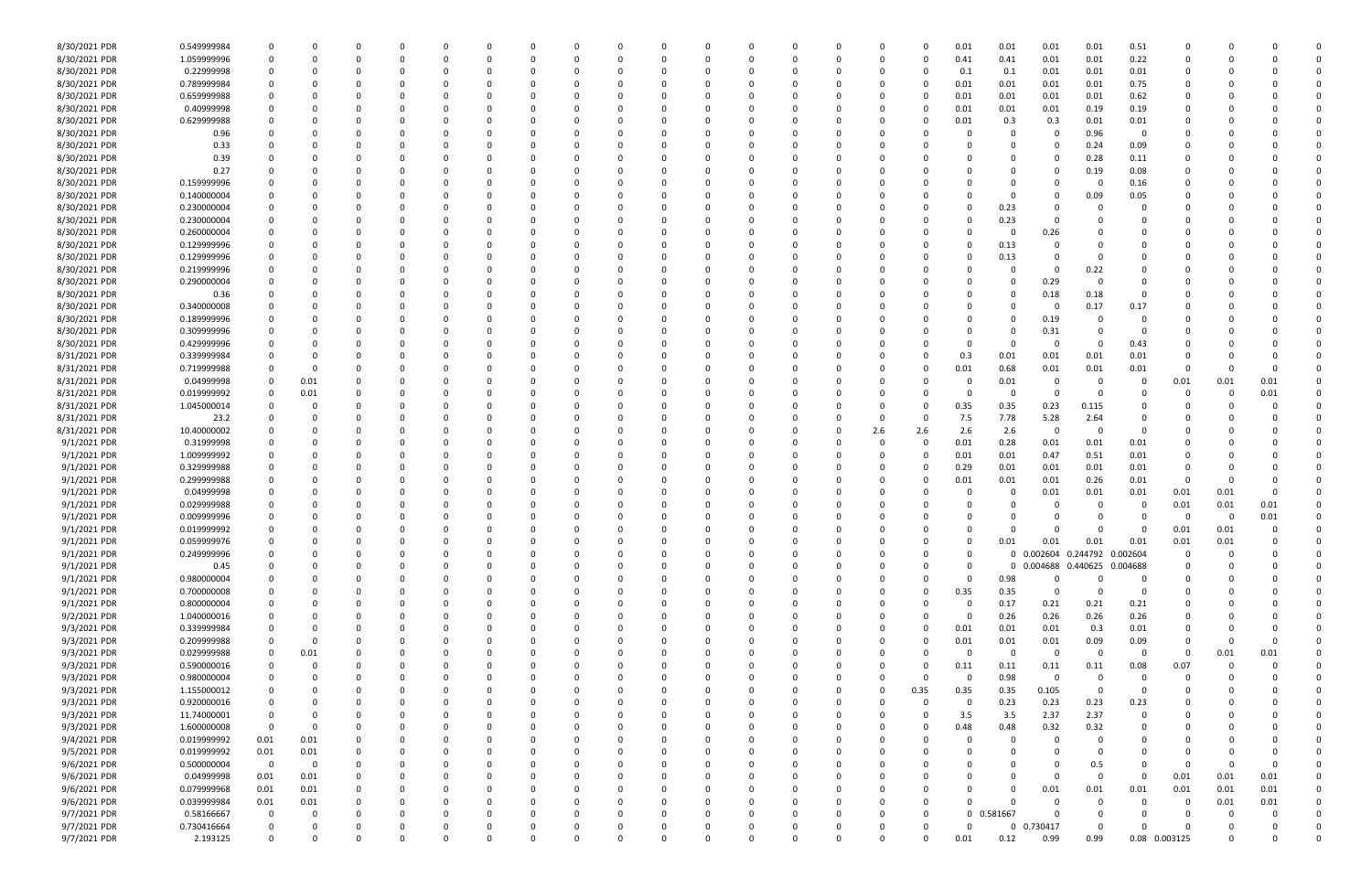| | | | | | | | | | | | | | | | | | | | | | | | | | | | | |
|---|---|---|---|---|---|---|---|---|---|---|---|---|---|---|---|---|---|---|---|---|---|---|---|---|---|---|---|---|
| 8/30/2021 PDR | 0.549999984 | 0 | 0 | 0 | 0 | 0 | 0 | 0 | 0 | 0 | 0 | 0 | 0 | 0 | 0 | 0 | 0 | 0 | 0.01 | 0.01 | 0.01 | 0.01 | 0.51 | 0 | 0 | 0 | 0 | 0 |
| 8/30/2021 PDR | 1.059999996 | 0 | 0 | 0 | 0 | 0 | 0 | 0 | 0 | 0 | 0 | 0 | 0 | 0 | 0 | 0 | 0 | 0 | 0.41 | 0.41 | 0.01 | 0.01 | 0.22 | 0 | 0 | 0 | 0 | 0 |
| 8/30/2021 PDR | 0.22999998 | 0 | 0 | 0 | 0 | 0 | 0 | 0 | 0 | 0 | 0 | 0 | 0 | 0 | 0 | 0 | 0 | 0 | 0.1 | 0.1 | 0.01 | 0.01 | 0.01 | 0 | 0 | 0 | 0 | 0 |
| 8/30/2021 PDR | 0.789999984 | 0 | 0 | 0 | 0 | 0 | 0 | 0 | 0 | 0 | 0 | 0 | 0 | 0 | 0 | 0 | 0 | 0 | 0.01 | 0.01 | 0.01 | 0.01 | 0.75 | 0 | 0 | 0 | 0 | 0 |
| 8/30/2021 PDR | 0.659999988 | 0 | 0 | 0 | 0 | 0 | 0 | 0 | 0 | 0 | 0 | 0 | 0 | 0 | 0 | 0 | 0 | 0 | 0.01 | 0.01 | 0.01 | 0.01 | 0.62 | 0 | 0 | 0 | 0 | 0 |
| 8/30/2021 PDR | 0.40999998 | 0 | 0 | 0 | 0 | 0 | 0 | 0 | 0 | 0 | 0 | 0 | 0 | 0 | 0 | 0 | 0 | 0 | 0.01 | 0.01 | 0.01 | 0.19 | 0.19 | 0 | 0 | 0 | 0 | 0 |
| 8/30/2021 PDR | 0.629999988 | 0 | 0 | 0 | 0 | 0 | 0 | 0 | 0 | 0 | 0 | 0 | 0 | 0 | 0 | 0 | 0 | 0 | 0.01 | 0.3 | 0.3 | 0.01 | 0.01 | 0 | 0 | 0 | 0 | 0 |
| 8/30/2021 PDR | 0.96 | 0 | 0 | 0 | 0 | 0 | 0 | 0 | 0 | 0 | 0 | 0 | 0 | 0 | 0 | 0 | 0 | 0 | 0 | 0 | 0 | 0.96 | 0 | 0 | 0 | 0 | 0 | 0 |
| 8/30/2021 PDR | 0.33 | 0 | 0 | 0 | 0 | 0 | 0 | 0 | 0 | 0 | 0 | 0 | 0 | 0 | 0 | 0 | 0 | 0 | 0 | 0 | 0 | 0.24 | 0.09 | 0 | 0 | 0 | 0 | 0 |
| 8/30/2021 PDR | 0.39 | 0 | 0 | 0 | 0 | 0 | 0 | 0 | 0 | 0 | 0 | 0 | 0 | 0 | 0 | 0 | 0 | 0 | 0 | 0 | 0 | 0.28 | 0.11 | 0 | 0 | 0 | 0 | 0 |
| 8/30/2021 PDR | 0.27 | 0 | 0 | 0 | 0 | 0 | 0 | 0 | 0 | 0 | 0 | 0 | 0 | 0 | 0 | 0 | 0 | 0 | 0 | 0 | 0 | 0.19 | 0.08 | 0 | 0 | 0 | 0 | 0 |
| 8/30/2021 PDR | 0.159999996 | 0 | 0 | 0 | 0 | 0 | 0 | 0 | 0 | 0 | 0 | 0 | 0 | 0 | 0 | 0 | 0 | 0 | 0 | 0 | 0 | 0 | 0.16 | 0 | 0 | 0 | 0 | 0 |
| 8/30/2021 PDR | 0.140000004 | 0 | 0 | 0 | 0 | 0 | 0 | 0 | 0 | 0 | 0 | 0 | 0 | 0 | 0 | 0 | 0 | 0 | 0 | 0 | 0 | 0.09 | 0.05 | 0 | 0 | 0 | 0 | 0 |
| 8/30/2021 PDR | 0.230000004 | 0 | 0 | 0 | 0 | 0 | 0 | 0 | 0 | 0 | 0 | 0 | 0 | 0 | 0 | 0 | 0 | 0 | 0 | 0.23 | 0 | 0 | 0 | 0 | 0 | 0 | 0 | 0 |
| 8/30/2021 PDR | 0.230000004 | 0 | 0 | 0 | 0 | 0 | 0 | 0 | 0 | 0 | 0 | 0 | 0 | 0 | 0 | 0 | 0 | 0 | 0 | 0.23 | 0 | 0 | 0 | 0 | 0 | 0 | 0 | 0 |
| 8/30/2021 PDR | 0.260000004 | 0 | 0 | 0 | 0 | 0 | 0 | 0 | 0 | 0 | 0 | 0 | 0 | 0 | 0 | 0 | 0 | 0 | 0 | 0 | 0.26 | 0 | 0 | 0 | 0 | 0 | 0 | 0 |
| 8/30/2021 PDR | 0.129999996 | 0 | 0 | 0 | 0 | 0 | 0 | 0 | 0 | 0 | 0 | 0 | 0 | 0 | 0 | 0 | 0 | 0 | 0 | 0.13 | 0 | 0 | 0 | 0 | 0 | 0 | 0 | 0 |
| 8/30/2021 PDR | 0.129999996 | 0 | 0 | 0 | 0 | 0 | 0 | 0 | 0 | 0 | 0 | 0 | 0 | 0 | 0 | 0 | 0 | 0 | 0 | 0.13 | 0 | 0 | 0 | 0 | 0 | 0 | 0 | 0 |
| 8/30/2021 PDR | 0.219999996 | 0 | 0 | 0 | 0 | 0 | 0 | 0 | 0 | 0 | 0 | 0 | 0 | 0 | 0 | 0 | 0 | 0 | 0 | 0 | 0 | 0.22 | 0 | 0 | 0 | 0 | 0 | 0 |
| 8/30/2021 PDR | 0.290000004 | 0 | 0 | 0 | 0 | 0 | 0 | 0 | 0 | 0 | 0 | 0 | 0 | 0 | 0 | 0 | 0 | 0 | 0 | 0 | 0.29 | 0 | 0 | 0 | 0 | 0 | 0 | 0 |
| 8/30/2021 PDR | 0.36 | 0 | 0 | 0 | 0 | 0 | 0 | 0 | 0 | 0 | 0 | 0 | 0 | 0 | 0 | 0 | 0 | 0 | 0 | 0 | 0.18 | 0.18 | 0 | 0 | 0 | 0 | 0 | 0 |
| 8/30/2021 PDR | 0.340000008 | 0 | 0 | 0 | 0 | 0 | 0 | 0 | 0 | 0 | 0 | 0 | 0 | 0 | 0 | 0 | 0 | 0 | 0 | 0 | 0 | 0.17 | 0.17 | 0 | 0 | 0 | 0 | 0 |
| 8/30/2021 PDR | 0.189999996 | 0 | 0 | 0 | 0 | 0 | 0 | 0 | 0 | 0 | 0 | 0 | 0 | 0 | 0 | 0 | 0 | 0 | 0 | 0 | 0.19 | 0 | 0 | 0 | 0 | 0 | 0 | 0 |
| 8/30/2021 PDR | 0.309999996 | 0 | 0 | 0 | 0 | 0 | 0 | 0 | 0 | 0 | 0 | 0 | 0 | 0 | 0 | 0 | 0 | 0 | 0 | 0 | 0.31 | 0 | 0 | 0 | 0 | 0 | 0 | 0 |
| 8/30/2021 PDR | 0.429999996 | 0 | 0 | 0 | 0 | 0 | 0 | 0 | 0 | 0 | 0 | 0 | 0 | 0 | 0 | 0 | 0 | 0 | 0 | 0 | 0 | 0 | 0.43 | 0 | 0 | 0 | 0 | 0 |
| 8/31/2021 PDR | 0.339999984 | 0 | 0 | 0 | 0 | 0 | 0 | 0 | 0 | 0 | 0 | 0 | 0 | 0 | 0 | 0 | 0 | 0 | 0.3 | 0.01 | 0.01 | 0.01 | 0.01 | 0 | 0 | 0 | 0 | 0 |
| 8/31/2021 PDR | 0.719999988 | 0 | 0 | 0 | 0 | 0 | 0 | 0 | 0 | 0 | 0 | 0 | 0 | 0 | 0 | 0 | 0 | 0 | 0.01 | 0.68 | 0.01 | 0.01 | 0.01 | 0 | 0 | 0 | 0 | 0 |
| 8/31/2021 PDR | 0.04999998 | 0 | 0.01 | 0 | 0 | 0 | 0 | 0 | 0 | 0 | 0 | 0 | 0 | 0 | 0 | 0 | 0 | 0 | 0 | 0.01 | 0 | 0 | 0 | 0.01 | 0.01 | 0.01 | 0 | 0 |
| 8/31/2021 PDR | 0.019999992 | 0 | 0.01 | 0 | 0 | 0 | 0 | 0 | 0 | 0 | 0 | 0 | 0 | 0 | 0 | 0 | 0 | 0 | 0 | 0 | 0 | 0 | 0 | 0 | 0 | 0.01 | 0 | 0 |
| 8/31/2021 PDR | 1.045000014 | 0 | 0 | 0 | 0 | 0 | 0 | 0 | 0 | 0 | 0 | 0 | 0 | 0 | 0 | 0 | 0 | 0 | 0.35 | 0.35 | 0.23 | 0.115 | 0 | 0 | 0 | 0 | 0 | 0 |
| 8/31/2021 PDR | 23.2 | 0 | 0 | 0 | 0 | 0 | 0 | 0 | 0 | 0 | 0 | 0 | 0 | 0 | 0 | 0 | 0 | 0 | 7.5 | 7.78 | 5.28 | 2.64 | 0 | 0 | 0 | 0 | 0 | 0 |
| 8/31/2021 PDR | 10.40000002 | 0 | 0 | 0 | 0 | 0 | 0 | 0 | 0 | 0 | 0 | 0 | 0 | 0 | 0 | 0 | 2.6 | 2.6 | 2.6 | 2.6 | 0 | 0 | 0 | 0 | 0 | 0 | 0 | 0 |
| 9/1/2021 PDR | 0.31999998 | 0 | 0 | 0 | 0 | 0 | 0 | 0 | 0 | 0 | 0 | 0 | 0 | 0 | 0 | 0 | 0 | 0 | 0.01 | 0.28 | 0.01 | 0.01 | 0.01 | 0 | 0 | 0 | 0 | 0 |
| 9/1/2021 PDR | 1.009999992 | 0 | 0 | 0 | 0 | 0 | 0 | 0 | 0 | 0 | 0 | 0 | 0 | 0 | 0 | 0 | 0 | 0 | 0.01 | 0.01 | 0.47 | 0.51 | 0.01 | 0 | 0 | 0 | 0 | 0 |
| 9/1/2021 PDR | 0.329999988 | 0 | 0 | 0 | 0 | 0 | 0 | 0 | 0 | 0 | 0 | 0 | 0 | 0 | 0 | 0 | 0 | 0 | 0.29 | 0.01 | 0.01 | 0.01 | 0.01 | 0 | 0 | 0 | 0 | 0 |
| 9/1/2021 PDR | 0.299999988 | 0 | 0 | 0 | 0 | 0 | 0 | 0 | 0 | 0 | 0 | 0 | 0 | 0 | 0 | 0 | 0 | 0 | 0.01 | 0.01 | 0.01 | 0.26 | 0.01 | 0 | 0 | 0 | 0 | 0 |
| 9/1/2021 PDR | 0.04999998 | 0 | 0 | 0 | 0 | 0 | 0 | 0 | 0 | 0 | 0 | 0 | 0 | 0 | 0 | 0 | 0 | 0 | 0 | 0 | 0.01 | 0.01 | 0.01 | 0.01 | 0.01 | 0 | 0 | 0 |
| 9/1/2021 PDR | 0.029999988 | 0 | 0 | 0 | 0 | 0 | 0 | 0 | 0 | 0 | 0 | 0 | 0 | 0 | 0 | 0 | 0 | 0 | 0 | 0 | 0 | 0 | 0 | 0.01 | 0.01 | 0.01 | 0 | 0 |
| 9/1/2021 PDR | 0.009999996 | 0 | 0 | 0 | 0 | 0 | 0 | 0 | 0 | 0 | 0 | 0 | 0 | 0 | 0 | 0 | 0 | 0 | 0 | 0 | 0 | 0 | 0 | 0 | 0 | 0.01 | 0 | 0 |
| 9/1/2021 PDR | 0.019999992 | 0 | 0 | 0 | 0 | 0 | 0 | 0 | 0 | 0 | 0 | 0 | 0 | 0 | 0 | 0 | 0 | 0 | 0 | 0 | 0 | 0 | 0 | 0.01 | 0.01 | 0 | 0 | 0 |
| 9/1/2021 PDR | 0.059999976 | 0 | 0 | 0 | 0 | 0 | 0 | 0 | 0 | 0 | 0 | 0 | 0 | 0 | 0 | 0 | 0 | 0 | 0 | 0.01 | 0.01 | 0.01 | 0.01 | 0.01 | 0.01 | 0 | 0 | 0 |
| 9/1/2021 PDR | 0.249999996 | 0 | 0 | 0 | 0 | 0 | 0 | 0 | 0 | 0 | 0 | 0 | 0 | 0 | 0 | 0 | 0 | 0 | 0 | 0 | 0.002604 | 0.244792 | 0.002604 | 0 | 0 | 0 | 0 | 0 |
| 9/1/2021 PDR | 0.45 | 0 | 0 | 0 | 0 | 0 | 0 | 0 | 0 | 0 | 0 | 0 | 0 | 0 | 0 | 0 | 0 | 0 | 0 | 0 | 0.004688 | 0.440625 | 0.004688 | 0 | 0 | 0 | 0 | 0 |
| 9/1/2021 PDR | 0.980000004 | 0 | 0 | 0 | 0 | 0 | 0 | 0 | 0 | 0 | 0 | 0 | 0 | 0 | 0 | 0 | 0 | 0 | 0 | 0.98 | 0 | 0 | 0 | 0 | 0 | 0 | 0 | 0 |
| 9/1/2021 PDR | 0.700000008 | 0 | 0 | 0 | 0 | 0 | 0 | 0 | 0 | 0 | 0 | 0 | 0 | 0 | 0 | 0 | 0 | 0 | 0.35 | 0.35 | 0 | 0 | 0 | 0 | 0 | 0 | 0 | 0 |
| 9/1/2021 PDR | 0.800000004 | 0 | 0 | 0 | 0 | 0 | 0 | 0 | 0 | 0 | 0 | 0 | 0 | 0 | 0 | 0 | 0 | 0 | 0 | 0.17 | 0.21 | 0.21 | 0.21 | 0 | 0 | 0 | 0 | 0 |
| 9/2/2021 PDR | 1.040000016 | 0 | 0 | 0 | 0 | 0 | 0 | 0 | 0 | 0 | 0 | 0 | 0 | 0 | 0 | 0 | 0 | 0 | 0 | 0.26 | 0.26 | 0.26 | 0.26 | 0 | 0 | 0 | 0 | 0 |
| 9/3/2021 PDR | 0.339999984 | 0 | 0 | 0 | 0 | 0 | 0 | 0 | 0 | 0 | 0 | 0 | 0 | 0 | 0 | 0 | 0 | 0 | 0.01 | 0.01 | 0.01 | 0.3 | 0.01 | 0 | 0 | 0 | 0 | 0 |
| 9/3/2021 PDR | 0.209999988 | 0 | 0 | 0 | 0 | 0 | 0 | 0 | 0 | 0 | 0 | 0 | 0 | 0 | 0 | 0 | 0 | 0 | 0.01 | 0.01 | 0.01 | 0.09 | 0.09 | 0 | 0 | 0 | 0 | 0 |
| 9/3/2021 PDR | 0.029999988 | 0 | 0.01 | 0 | 0 | 0 | 0 | 0 | 0 | 0 | 0 | 0 | 0 | 0 | 0 | 0 | 0 | 0 | 0 | 0 | 0 | 0 | 0 | 0 | 0.01 | 0.01 | 0 | 0 |
| 9/3/2021 PDR | 0.590000016 | 0 | 0 | 0 | 0 | 0 | 0 | 0 | 0 | 0 | 0 | 0 | 0 | 0 | 0 | 0 | 0 | 0 | 0.11 | 0.11 | 0.11 | 0.11 | 0.08 | 0.07 | 0 | 0 | 0 | 0 |
| 9/3/2021 PDR | 0.980000004 | 0 | 0 | 0 | 0 | 0 | 0 | 0 | 0 | 0 | 0 | 0 | 0 | 0 | 0 | 0 | 0 | 0 | 0 | 0.98 | 0 | 0 | 0 | 0 | 0 | 0 | 0 | 0 |
| 9/3/2021 PDR | 1.155000012 | 0 | 0 | 0 | 0 | 0 | 0 | 0 | 0 | 0 | 0 | 0 | 0 | 0 | 0 | 0 | 0 | 0.35 | 0.35 | 0.35 | 0.105 | 0 | 0 | 0 | 0 | 0 | 0 | 0 |
| 9/3/2021 PDR | 0.920000016 | 0 | 0 | 0 | 0 | 0 | 0 | 0 | 0 | 0 | 0 | 0 | 0 | 0 | 0 | 0 | 0 | 0 | 0 | 0.23 | 0.23 | 0.23 | 0.23 | 0 | 0 | 0 | 0 | 0 |
| 9/3/2021 PDR | 11.74000001 | 0 | 0 | 0 | 0 | 0 | 0 | 0 | 0 | 0 | 0 | 0 | 0 | 0 | 0 | 0 | 0 | 0 | 3.5 | 3.5 | 2.37 | 2.37 | 0 | 0 | 0 | 0 | 0 | 0 |
| 9/3/2021 PDR | 1.600000008 | 0 | 0 | 0 | 0 | 0 | 0 | 0 | 0 | 0 | 0 | 0 | 0 | 0 | 0 | 0 | 0 | 0 | 0.48 | 0.48 | 0.32 | 0.32 | 0 | 0 | 0 | 0 | 0 | 0 |
| 9/4/2021 PDR | 0.019999992 | 0.01 | 0.01 | 0 | 0 | 0 | 0 | 0 | 0 | 0 | 0 | 0 | 0 | 0 | 0 | 0 | 0 | 0 | 0 | 0 | 0 | 0 | 0 | 0 | 0 | 0 | 0 | 0 |
| 9/5/2021 PDR | 0.019999992 | 0.01 | 0.01 | 0 | 0 | 0 | 0 | 0 | 0 | 0 | 0 | 0 | 0 | 0 | 0 | 0 | 0 | 0 | 0 | 0 | 0 | 0 | 0 | 0 | 0 | 0 | 0 | 0 |
| 9/6/2021 PDR | 0.500000004 | 0 | 0 | 0 | 0 | 0 | 0 | 0 | 0 | 0 | 0 | 0 | 0 | 0 | 0 | 0 | 0 | 0 | 0 | 0 | 0 | 0.5 | 0 | 0 | 0 | 0 | 0 | 0 |
| 9/6/2021 PDR | 0.04999998 | 0.01 | 0.01 | 0 | 0 | 0 | 0 | 0 | 0 | 0 | 0 | 0 | 0 | 0 | 0 | 0 | 0 | 0 | 0 | 0 | 0 | 0 | 0 | 0.01 | 0.01 | 0.01 | 0 | 0 |
| 9/6/2021 PDR | 0.079999968 | 0.01 | 0.01 | 0 | 0 | 0 | 0 | 0 | 0 | 0 | 0 | 0 | 0 | 0 | 0 | 0 | 0 | 0 | 0 | 0 | 0.01 | 0.01 | 0.01 | 0.01 | 0.01 | 0.01 | 0 | 0 |
| 9/6/2021 PDR | 0.039999984 | 0.01 | 0.01 | 0 | 0 | 0 | 0 | 0 | 0 | 0 | 0 | 0 | 0 | 0 | 0 | 0 | 0 | 0 | 0 | 0 | 0 | 0 | 0 | 0 | 0.01 | 0.01 | 0 | 0 |
| 9/7/2021 PDR | 0.58166667 | 0 | 0 | 0 | 0 | 0 | 0 | 0 | 0 | 0 | 0 | 0 | 0 | 0 | 0 | 0 | 0 | 0 | 0 | 0.581667 | 0 | 0 | 0 | 0 | 0 | 0 | 0 | 0 |
| 9/7/2021 PDR | 0.730416664 | 0 | 0 | 0 | 0 | 0 | 0 | 0 | 0 | 0 | 0 | 0 | 0 | 0 | 0 | 0 | 0 | 0 | 0 | 0 | 0.730417 | 0 | 0 | 0 | 0 | 0 | 0 | 0 |
| 9/7/2021 PDR | 2.193125 | 0 | 0 | 0 | 0 | 0 | 0 | 0 | 0 | 0 | 0 | 0 | 0 | 0 | 0 | 0 | 0 | 0 | 0.01 | 0.12 | 0.99 | 0.99 | 0.08 | 0.003125 | 0 | 0 | 0 | 0 |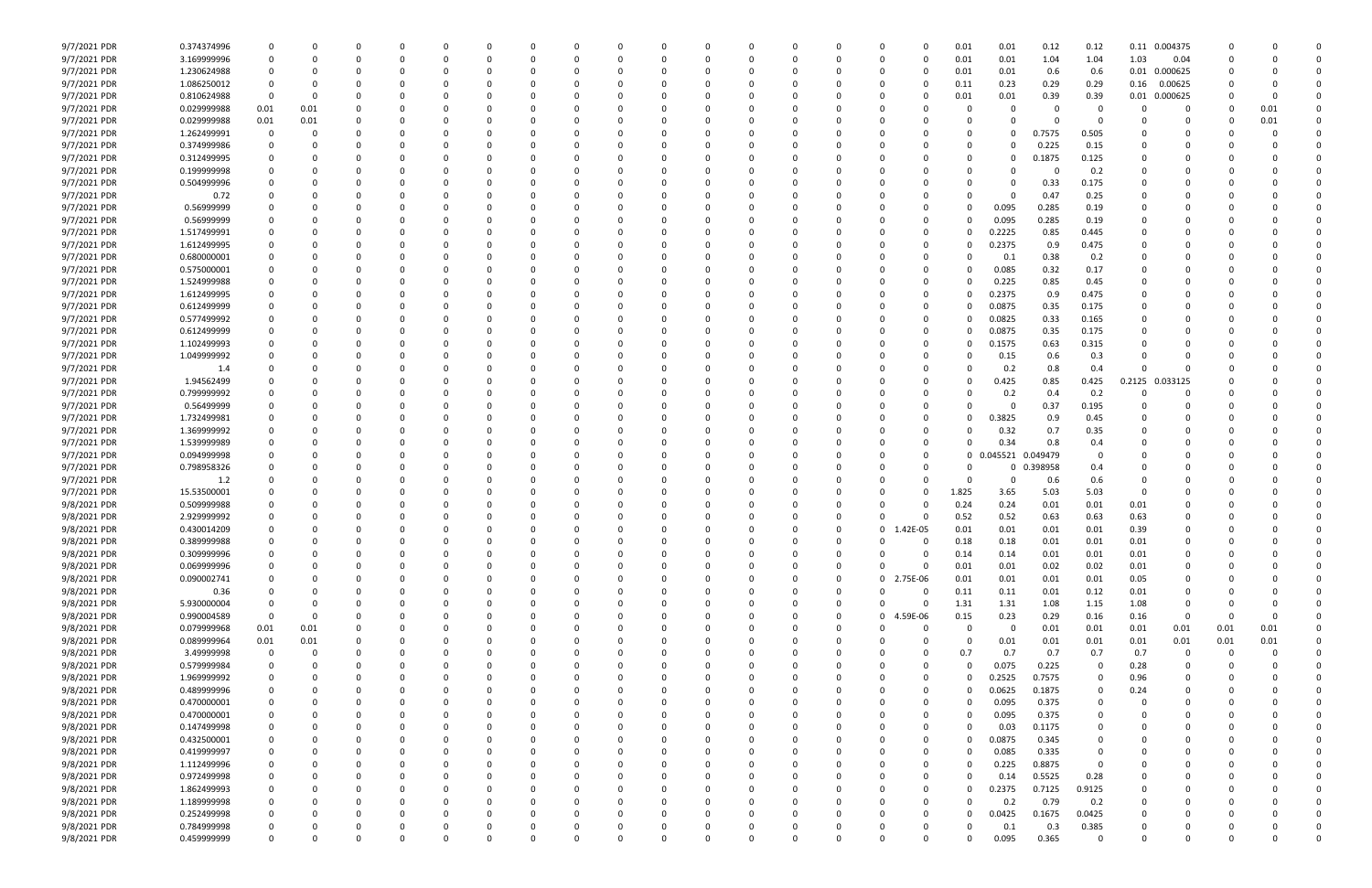| | | | | | | | | | | | | | | | | | | | | | | | | | | |
|---|---|---|---|---|---|---|---|---|---|---|---|---|---|---|---|---|---|---|---|---|---|---|---|---|---|---|
| 9/7/2021 PDR | 0.374374996 | 0 | 0 | 0 | 0 | 0 | 0 | 0 | 0 | 0 | 0 | 0 | 0 | 0 | 0 | 0 | 0 | 0.01 | 0.01 | 0.12 | 0.12 | 0.11 | 0.004375 | 0 | 0 | 0 |
| 9/7/2021 PDR | 3.169999996 | 0 | 0 | 0 | 0 | 0 | 0 | 0 | 0 | 0 | 0 | 0 | 0 | 0 | 0 | 0 | 0 | 0.01 | 0.01 | 1.04 | 1.04 | 1.03 | 0.04 | 0 | 0 | 0 |
| 9/7/2021 PDR | 1.230624988 | 0 | 0 | 0 | 0 | 0 | 0 | 0 | 0 | 0 | 0 | 0 | 0 | 0 | 0 | 0 | 0 | 0.01 | 0.01 | 0.6 | 0.6 | 0.01 | 0.000625 | 0 | 0 | 0 |
| 9/7/2021 PDR | 1.086250012 | 0 | 0 | 0 | 0 | 0 | 0 | 0 | 0 | 0 | 0 | 0 | 0 | 0 | 0 | 0 | 0 | 0.11 | 0.23 | 0.29 | 0.29 | 0.16 | 0.00625 | 0 | 0 | 0 |
| 9/7/2021 PDR | 0.810624988 | 0 | 0 | 0 | 0 | 0 | 0 | 0 | 0 | 0 | 0 | 0 | 0 | 0 | 0 | 0 | 0 | 0.01 | 0.01 | 0.39 | 0.39 | 0.01 | 0.000625 | 0 | 0 | 0 |
| 9/7/2021 PDR | 0.029999988 | 0.01 | 0.01 | 0 | 0 | 0 | 0 | 0 | 0 | 0 | 0 | 0 | 0 | 0 | 0 | 0 | 0 | 0 | 0 | 0 | 0 | 0 | 0 | 0 | 0.01 | 0 |
| 9/7/2021 PDR | 0.029999988 | 0.01 | 0.01 | 0 | 0 | 0 | 0 | 0 | 0 | 0 | 0 | 0 | 0 | 0 | 0 | 0 | 0 | 0 | 0 | 0 | 0 | 0 | 0 | 0 | 0.01 | 0 |
| 9/7/2021 PDR | 1.262499991 | 0 | 0 | 0 | 0 | 0 | 0 | 0 | 0 | 0 | 0 | 0 | 0 | 0 | 0 | 0 | 0 | 0 | 0 | 0.7575 | 0.505 | 0 | 0 | 0 | 0 | 0 |
| 9/7/2021 PDR | 0.374999986 | 0 | 0 | 0 | 0 | 0 | 0 | 0 | 0 | 0 | 0 | 0 | 0 | 0 | 0 | 0 | 0 | 0 | 0 | 0.225 | 0.15 | 0 | 0 | 0 | 0 | 0 |
| 9/7/2021 PDR | 0.312499995 | 0 | 0 | 0 | 0 | 0 | 0 | 0 | 0 | 0 | 0 | 0 | 0 | 0 | 0 | 0 | 0 | 0 | 0 | 0.1875 | 0.125 | 0 | 0 | 0 | 0 | 0 |
| 9/7/2021 PDR | 0.199999998 | 0 | 0 | 0 | 0 | 0 | 0 | 0 | 0 | 0 | 0 | 0 | 0 | 0 | 0 | 0 | 0 | 0 | 0 | 0 | 0.2 | 0 | 0 | 0 | 0 | 0 |
| 9/7/2021 PDR | 0.504999996 | 0 | 0 | 0 | 0 | 0 | 0 | 0 | 0 | 0 | 0 | 0 | 0 | 0 | 0 | 0 | 0 | 0 | 0 | 0.33 | 0.175 | 0 | 0 | 0 | 0 | 0 |
| 9/7/2021 PDR | 0.72 | 0 | 0 | 0 | 0 | 0 | 0 | 0 | 0 | 0 | 0 | 0 | 0 | 0 | 0 | 0 | 0 | 0 | 0 | 0.47 | 0.25 | 0 | 0 | 0 | 0 | 0 |
| 9/7/2021 PDR | 0.56999999 | 0 | 0 | 0 | 0 | 0 | 0 | 0 | 0 | 0 | 0 | 0 | 0 | 0 | 0 | 0 | 0 | 0 | 0.095 | 0.285 | 0.19 | 0 | 0 | 0 | 0 | 0 |
| 9/7/2021 PDR | 0.56999999 | 0 | 0 | 0 | 0 | 0 | 0 | 0 | 0 | 0 | 0 | 0 | 0 | 0 | 0 | 0 | 0 | 0 | 0.095 | 0.285 | 0.19 | 0 | 0 | 0 | 0 | 0 |
| 9/7/2021 PDR | 1.517499991 | 0 | 0 | 0 | 0 | 0 | 0 | 0 | 0 | 0 | 0 | 0 | 0 | 0 | 0 | 0 | 0 | 0 | 0.2225 | 0.85 | 0.445 | 0 | 0 | 0 | 0 | 0 |
| 9/7/2021 PDR | 1.612499995 | 0 | 0 | 0 | 0 | 0 | 0 | 0 | 0 | 0 | 0 | 0 | 0 | 0 | 0 | 0 | 0 | 0 | 0.2375 | 0.9 | 0.475 | 0 | 0 | 0 | 0 | 0 |
| 9/7/2021 PDR | 0.680000001 | 0 | 0 | 0 | 0 | 0 | 0 | 0 | 0 | 0 | 0 | 0 | 0 | 0 | 0 | 0 | 0 | 0 | 0.1 | 0.38 | 0.2 | 0 | 0 | 0 | 0 | 0 |
| 9/7/2021 PDR | 0.575000001 | 0 | 0 | 0 | 0 | 0 | 0 | 0 | 0 | 0 | 0 | 0 | 0 | 0 | 0 | 0 | 0 | 0 | 0.085 | 0.32 | 0.17 | 0 | 0 | 0 | 0 | 0 |
| 9/7/2021 PDR | 1.524999988 | 0 | 0 | 0 | 0 | 0 | 0 | 0 | 0 | 0 | 0 | 0 | 0 | 0 | 0 | 0 | 0 | 0 | 0.225 | 0.85 | 0.45 | 0 | 0 | 0 | 0 | 0 |
| 9/7/2021 PDR | 1.612499995 | 0 | 0 | 0 | 0 | 0 | 0 | 0 | 0 | 0 | 0 | 0 | 0 | 0 | 0 | 0 | 0 | 0 | 0.2375 | 0.9 | 0.475 | 0 | 0 | 0 | 0 | 0 |
| 9/7/2021 PDR | 0.612499999 | 0 | 0 | 0 | 0 | 0 | 0 | 0 | 0 | 0 | 0 | 0 | 0 | 0 | 0 | 0 | 0 | 0 | 0.0875 | 0.35 | 0.175 | 0 | 0 | 0 | 0 | 0 |
| 9/7/2021 PDR | 0.577499992 | 0 | 0 | 0 | 0 | 0 | 0 | 0 | 0 | 0 | 0 | 0 | 0 | 0 | 0 | 0 | 0 | 0 | 0.0825 | 0.33 | 0.165 | 0 | 0 | 0 | 0 | 0 |
| 9/7/2021 PDR | 0.612499999 | 0 | 0 | 0 | 0 | 0 | 0 | 0 | 0 | 0 | 0 | 0 | 0 | 0 | 0 | 0 | 0 | 0 | 0.0875 | 0.35 | 0.175 | 0 | 0 | 0 | 0 | 0 |
| 9/7/2021 PDR | 1.102499993 | 0 | 0 | 0 | 0 | 0 | 0 | 0 | 0 | 0 | 0 | 0 | 0 | 0 | 0 | 0 | 0 | 0 | 0.1575 | 0.63 | 0.315 | 0 | 0 | 0 | 0 | 0 |
| 9/7/2021 PDR | 1.049999992 | 0 | 0 | 0 | 0 | 0 | 0 | 0 | 0 | 0 | 0 | 0 | 0 | 0 | 0 | 0 | 0 | 0 | 0.15 | 0.6 | 0.3 | 0 | 0 | 0 | 0 | 0 |
| 9/7/2021 PDR | 1.4 | 0 | 0 | 0 | 0 | 0 | 0 | 0 | 0 | 0 | 0 | 0 | 0 | 0 | 0 | 0 | 0 | 0 | 0.2 | 0.8 | 0.4 | 0 | 0 | 0 | 0 | 0 |
| 9/7/2021 PDR | 1.94562499 | 0 | 0 | 0 | 0 | 0 | 0 | 0 | 0 | 0 | 0 | 0 | 0 | 0 | 0 | 0 | 0 | 0 | 0.425 | 0.85 | 0.425 | 0.2125 | 0.033125 | 0 | 0 | 0 |
| 9/7/2021 PDR | 0.799999992 | 0 | 0 | 0 | 0 | 0 | 0 | 0 | 0 | 0 | 0 | 0 | 0 | 0 | 0 | 0 | 0 | 0 | 0.2 | 0.4 | 0.2 | 0 | 0 | 0 | 0 | 0 |
| 9/7/2021 PDR | 0.56499999 | 0 | 0 | 0 | 0 | 0 | 0 | 0 | 0 | 0 | 0 | 0 | 0 | 0 | 0 | 0 | 0 | 0 | 0 | 0.37 | 0.195 | 0 | 0 | 0 | 0 | 0 |
| 9/7/2021 PDR | 1.732499981 | 0 | 0 | 0 | 0 | 0 | 0 | 0 | 0 | 0 | 0 | 0 | 0 | 0 | 0 | 0 | 0 | 0 | 0.3825 | 0.9 | 0.45 | 0 | 0 | 0 | 0 | 0 |
| 9/7/2021 PDR | 1.369999992 | 0 | 0 | 0 | 0 | 0 | 0 | 0 | 0 | 0 | 0 | 0 | 0 | 0 | 0 | 0 | 0 | 0 | 0.32 | 0.7 | 0.35 | 0 | 0 | 0 | 0 | 0 |
| 9/7/2021 PDR | 1.539999989 | 0 | 0 | 0 | 0 | 0 | 0 | 0 | 0 | 0 | 0 | 0 | 0 | 0 | 0 | 0 | 0 | 0 | 0.34 | 0.8 | 0.4 | 0 | 0 | 0 | 0 | 0 |
| 9/7/2021 PDR | 0.094999998 | 0 | 0 | 0 | 0 | 0 | 0 | 0 | 0 | 0 | 0 | 0 | 0 | 0 | 0 | 0 | 0 | 0 | 0.045521 | 0.049479 | 0 | 0 | 0 | 0 | 0 | 0 |
| 9/7/2021 PDR | 0.798958326 | 0 | 0 | 0 | 0 | 0 | 0 | 0 | 0 | 0 | 0 | 0 | 0 | 0 | 0 | 0 | 0 | 0 | 0 | 0.398958 | 0.4 | 0 | 0 | 0 | 0 | 0 |
| 9/7/2021 PDR | 1.2 | 0 | 0 | 0 | 0 | 0 | 0 | 0 | 0 | 0 | 0 | 0 | 0 | 0 | 0 | 0 | 0 | 0 | 0 | 0.6 | 0.6 | 0 | 0 | 0 | 0 | 0 |
| 9/7/2021 PDR | 15.53500001 | 0 | 0 | 0 | 0 | 0 | 0 | 0 | 0 | 0 | 0 | 0 | 0 | 0 | 0 | 0 | 0 | 1.825 | 3.65 | 5.03 | 5.03 | 0 | 0 | 0 | 0 | 0 |
| 9/8/2021 PDR | 0.509999988 | 0 | 0 | 0 | 0 | 0 | 0 | 0 | 0 | 0 | 0 | 0 | 0 | 0 | 0 | 0 | 0 | 0.24 | 0.24 | 0.01 | 0.01 | 0.01 | 0 | 0 | 0 | 0 |
| 9/8/2021 PDR | 2.929999992 | 0 | 0 | 0 | 0 | 0 | 0 | 0 | 0 | 0 | 0 | 0 | 0 | 0 | 0 | 0 | 0 | 0.52 | 0.52 | 0.63 | 0.63 | 0.63 | 0 | 0 | 0 | 0 |
| 9/8/2021 PDR | 0.430014209 | 0 | 0 | 0 | 0 | 0 | 0 | 0 | 0 | 0 | 0 | 0 | 0 | 0 | 0 | 0 | 1.42E-05 | 0.01 | 0.01 | 0.01 | 0.01 | 0.39 | 0 | 0 | 0 | 0 |
| 9/8/2021 PDR | 0.389999988 | 0 | 0 | 0 | 0 | 0 | 0 | 0 | 0 | 0 | 0 | 0 | 0 | 0 | 0 | 0 | 0 | 0.18 | 0.18 | 0.01 | 0.01 | 0.01 | 0 | 0 | 0 | 0 |
| 9/8/2021 PDR | 0.309999996 | 0 | 0 | 0 | 0 | 0 | 0 | 0 | 0 | 0 | 0 | 0 | 0 | 0 | 0 | 0 | 0 | 0.14 | 0.14 | 0.01 | 0.01 | 0.01 | 0 | 0 | 0 | 0 |
| 9/8/2021 PDR | 0.069999996 | 0 | 0 | 0 | 0 | 0 | 0 | 0 | 0 | 0 | 0 | 0 | 0 | 0 | 0 | 0 | 0 | 0.01 | 0.01 | 0.02 | 0.02 | 0.01 | 0 | 0 | 0 | 0 |
| 9/8/2021 PDR | 0.090002741 | 0 | 0 | 0 | 0 | 0 | 0 | 0 | 0 | 0 | 0 | 0 | 0 | 0 | 0 | 0 | 2.75E-06 | 0.01 | 0.01 | 0.01 | 0.01 | 0.05 | 0 | 0 | 0 | 0 |
| 9/8/2021 PDR | 0.36 | 0 | 0 | 0 | 0 | 0 | 0 | 0 | 0 | 0 | 0 | 0 | 0 | 0 | 0 | 0 | 0 | 0.11 | 0.11 | 0.01 | 0.12 | 0.01 | 0 | 0 | 0 | 0 |
| 9/8/2021 PDR | 5.930000004 | 0 | 0 | 0 | 0 | 0 | 0 | 0 | 0 | 0 | 0 | 0 | 0 | 0 | 0 | 0 | 0 | 1.31 | 1.31 | 1.08 | 1.15 | 1.08 | 0 | 0 | 0 | 0 |
| 9/8/2021 PDR | 0.990004589 | 0 | 0 | 0 | 0 | 0 | 0 | 0 | 0 | 0 | 0 | 0 | 0 | 0 | 0 | 0 | 4.59E-06 | 0.15 | 0.23 | 0.29 | 0.16 | 0.16 | 0 | 0 | 0 | 0 |
| 9/8/2021 PDR | 0.079999968 | 0.01 | 0.01 | 0 | 0 | 0 | 0 | 0 | 0 | 0 | 0 | 0 | 0 | 0 | 0 | 0 | 0 | 0 | 0 | 0.01 | 0.01 | 0.01 | 0.01 | 0.01 | 0.01 | 0 |
| 9/8/2021 PDR | 0.089999964 | 0.01 | 0.01 | 0 | 0 | 0 | 0 | 0 | 0 | 0 | 0 | 0 | 0 | 0 | 0 | 0 | 0 | 0 | 0.01 | 0.01 | 0.01 | 0.01 | 0.01 | 0.01 | 0.01 | 0 |
| 9/8/2021 PDR | 3.49999998 | 0 | 0 | 0 | 0 | 0 | 0 | 0 | 0 | 0 | 0 | 0 | 0 | 0 | 0 | 0 | 0 | 0.7 | 0.7 | 0.7 | 0.7 | 0.7 | 0 | 0 | 0 | 0 |
| 9/8/2021 PDR | 0.579999984 | 0 | 0 | 0 | 0 | 0 | 0 | 0 | 0 | 0 | 0 | 0 | 0 | 0 | 0 | 0 | 0 | 0 | 0.075 | 0.225 | 0 | 0.28 | 0 | 0 | 0 | 0 |
| 9/8/2021 PDR | 1.96999992 | 0 | 0 | 0 | 0 | 0 | 0 | 0 | 0 | 0 | 0 | 0 | 0 | 0 | 0 | 0 | 0 | 0 | 0.2525 | 0.7575 | 0 | 0.96 | 0 | 0 | 0 | 0 |
| 9/8/2021 PDR | 0.489999996 | 0 | 0 | 0 | 0 | 0 | 0 | 0 | 0 | 0 | 0 | 0 | 0 | 0 | 0 | 0 | 0 | 0 | 0.0625 | 0.1875 | 0 | 0.24 | 0 | 0 | 0 | 0 |
| 9/8/2021 PDR | 0.470000001 | 0 | 0 | 0 | 0 | 0 | 0 | 0 | 0 | 0 | 0 | 0 | 0 | 0 | 0 | 0 | 0 | 0 | 0.095 | 0.375 | 0 | 0 | 0 | 0 | 0 | 0 |
| 9/8/2021 PDR | 0.470000001 | 0 | 0 | 0 | 0 | 0 | 0 | 0 | 0 | 0 | 0 | 0 | 0 | 0 | 0 | 0 | 0 | 0 | 0.095 | 0.375 | 0 | 0 | 0 | 0 | 0 | 0 |
| 9/8/2021 PDR | 0.147499998 | 0 | 0 | 0 | 0 | 0 | 0 | 0 | 0 | 0 | 0 | 0 | 0 | 0 | 0 | 0 | 0 | 0 | 0.03 | 0.1175 | 0 | 0 | 0 | 0 | 0 | 0 |
| 9/8/2021 PDR | 0.432500001 | 0 | 0 | 0 | 0 | 0 | 0 | 0 | 0 | 0 | 0 | 0 | 0 | 0 | 0 | 0 | 0 | 0 | 0.0875 | 0.345 | 0 | 0 | 0 | 0 | 0 | 0 |
| 9/8/2021 PDR | 0.419999997 | 0 | 0 | 0 | 0 | 0 | 0 | 0 | 0 | 0 | 0 | 0 | 0 | 0 | 0 | 0 | 0 | 0 | 0.085 | 0.335 | 0 | 0 | 0 | 0 | 0 | 0 |
| 9/8/2021 PDR | 1.112499996 | 0 | 0 | 0 | 0 | 0 | 0 | 0 | 0 | 0 | 0 | 0 | 0 | 0 | 0 | 0 | 0 | 0 | 0.225 | 0.8875 | 0 | 0 | 0 | 0 | 0 | 0 |
| 9/8/2021 PDR | 0.972499998 | 0 | 0 | 0 | 0 | 0 | 0 | 0 | 0 | 0 | 0 | 0 | 0 | 0 | 0 | 0 | 0 | 0 | 0.14 | 0.5525 | 0.28 | 0 | 0 | 0 | 0 | 0 |
| 9/8/2021 PDR | 1.862499993 | 0 | 0 | 0 | 0 | 0 | 0 | 0 | 0 | 0 | 0 | 0 | 0 | 0 | 0 | 0 | 0 | 0 | 0.2375 | 0.7125 | 0.9125 | 0 | 0 | 0 | 0 | 0 |
| 9/8/2021 PDR | 1.189999998 | 0 | 0 | 0 | 0 | 0 | 0 | 0 | 0 | 0 | 0 | 0 | 0 | 0 | 0 | 0 | 0 | 0 | 0.2 | 0.79 | 0.2 | 0 | 0 | 0 | 0 | 0 |
| 9/8/2021 PDR | 0.252499998 | 0 | 0 | 0 | 0 | 0 | 0 | 0 | 0 | 0 | 0 | 0 | 0 | 0 | 0 | 0 | 0 | 0 | 0.0425 | 0.1675 | 0.0425 | 0 | 0 | 0 | 0 | 0 |
| 9/8/2021 PDR | 0.784999998 | 0 | 0 | 0 | 0 | 0 | 0 | 0 | 0 | 0 | 0 | 0 | 0 | 0 | 0 | 0 | 0 | 0 | 0.1 | 0.3 | 0.385 | 0 | 0 | 0 | 0 | 0 |
| 9/8/2021 PDR | 0.459999999 | 0 | 0 | 0 | 0 | 0 | 0 | 0 | 0 | 0 | 0 | 0 | 0 | 0 | 0 | 0 | 0 | 0 | 0.095 | 0.365 | 0 | 0 | 0 | 0 | 0 | 0 |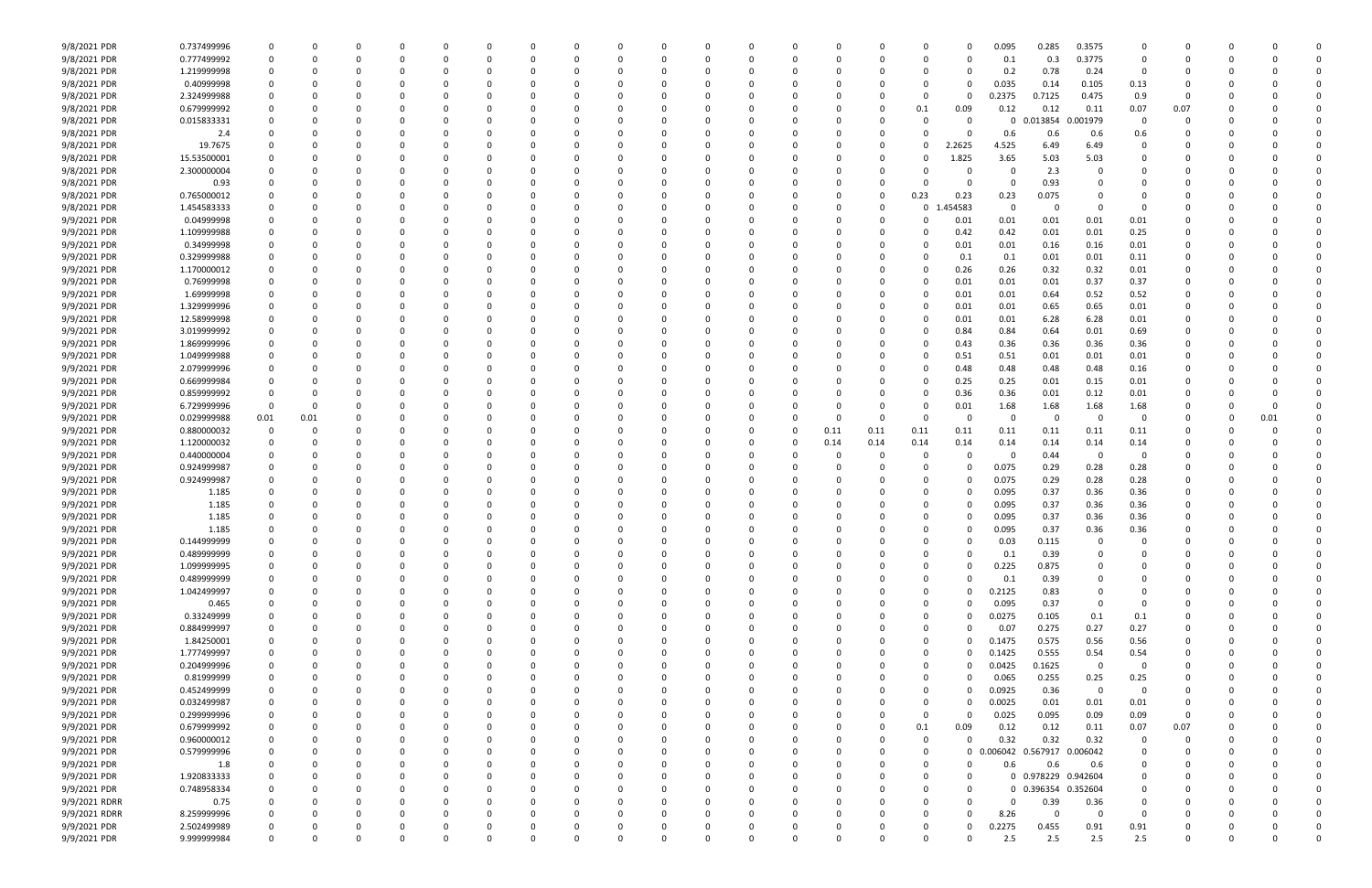| | | | | | | | | | | | | | | | | | | | | | | | | | | | | |
|---|---|---|---|---|---|---|---|---|---|---|---|---|---|---|---|---|---|---|---|---|---|---|---|---|---|---|---|---|
| 9/8/2021 PDR | 0.737499996 | 0 | 0 | 0 | 0 | 0 | 0 | 0 | 0 | 0 | 0 | 0 | 0 | 0 | 0 | 0 | 0 | 0 | 0 | 0.095 | 0.285 | 0.3575 | 0 | 0 | 0 | 0 | 0 | 0 |
| 9/8/2021 PDR | 0.777499992 | 0 | 0 | 0 | 0 | 0 | 0 | 0 | 0 | 0 | 0 | 0 | 0 | 0 | 0 | 0 | 0 | 0 | 0 | 0.1 | 0.3 | 0.3775 | 0 | 0 | 0 | 0 | 0 | 0 |
| 9/8/2021 PDR | 1.219999998 | 0 | 0 | 0 | 0 | 0 | 0 | 0 | 0 | 0 | 0 | 0 | 0 | 0 | 0 | 0 | 0 | 0 | 0 | 0.2 | 0.78 | 0.24 | 0 | 0 | 0 | 0 | 0 | 0 |
| 9/8/2021 PDR | 0.40999998 | 0 | 0 | 0 | 0 | 0 | 0 | 0 | 0 | 0 | 0 | 0 | 0 | 0 | 0 | 0 | 0 | 0 | 0 | 0.035 | 0.14 | 0.105 | 0.13 | 0 | 0 | 0 | 0 | 0 |
| 9/8/2021 PDR | 2.324999988 | 0 | 0 | 0 | 0 | 0 | 0 | 0 | 0 | 0 | 0 | 0 | 0 | 0 | 0 | 0 | 0 | 0 | 0 | 0.2375 | 0.7125 | 0.475 | 0.9 | 0 | 0 | 0 | 0 | 0 |
| 9/8/2021 PDR | 0.679999992 | 0 | 0 | 0 | 0 | 0 | 0 | 0 | 0 | 0 | 0 | 0 | 0 | 0 | 0 | 0 | 0 | 0.1 | 0.09 | 0.12 | 0.12 | 0.11 | 0.07 | 0.07 | 0 | 0 | 0 | 0 |
| 9/8/2021 PDR | 0.015833331 | 0 | 0 | 0 | 0 | 0 | 0 | 0 | 0 | 0 | 0 | 0 | 0 | 0 | 0 | 0 | 0 | 0 | 0 | 0 | 0.013854 | 0.001979 | 0 | 0 | 0 | 0 | 0 | 0 |
| 9/8/2021 PDR | 2.4 | 0 | 0 | 0 | 0 | 0 | 0 | 0 | 0 | 0 | 0 | 0 | 0 | 0 | 0 | 0 | 0 | 0 | 0 | 0.6 | 0.6 | 0.6 | 0.6 | 0 | 0 | 0 | 0 | 0 |
| 9/8/2021 PDR | 19.7675 | 0 | 0 | 0 | 0 | 0 | 0 | 0 | 0 | 0 | 0 | 0 | 0 | 0 | 0 | 0 | 0 | 0 | 2.2625 | 4.525 | 6.49 | 6.49 | 0 | 0 | 0 | 0 | 0 | 0 |
| 9/8/2021 PDR | 15.53500001 | 0 | 0 | 0 | 0 | 0 | 0 | 0 | 0 | 0 | 0 | 0 | 0 | 0 | 0 | 0 | 0 | 0 | 1.825 | 3.65 | 5.03 | 5.03 | 0 | 0 | 0 | 0 | 0 | 0 |
| 9/8/2021 PDR | 2.300000004 | 0 | 0 | 0 | 0 | 0 | 0 | 0 | 0 | 0 | 0 | 0 | 0 | 0 | 0 | 0 | 0 | 0 | 0 | 0 | 2.3 | 0 | 0 | 0 | 0 | 0 | 0 | 0 |
| 9/8/2021 PDR | 0.93 | 0 | 0 | 0 | 0 | 0 | 0 | 0 | 0 | 0 | 0 | 0 | 0 | 0 | 0 | 0 | 0 | 0 | 0 | 0 | 0.93 | 0 | 0 | 0 | 0 | 0 | 0 | 0 |
| 9/8/2021 PDR | 0.765000012 | 0 | 0 | 0 | 0 | 0 | 0 | 0 | 0 | 0 | 0 | 0 | 0 | 0 | 0 | 0 | 0 | 0.23 | 0.23 | 0.23 | 0.075 | 0 | 0 | 0 | 0 | 0 | 0 | 0 |
| 9/8/2021 PDR | 1.454583333 | 0 | 0 | 0 | 0 | 0 | 0 | 0 | 0 | 0 | 0 | 0 | 0 | 0 | 0 | 0 | 0 | 0 | 1.454583 | 0 | 0 | 0 | 0 | 0 | 0 | 0 | 0 | 0 |
| 9/9/2021 PDR | 0.04999998 | 0 | 0 | 0 | 0 | 0 | 0 | 0 | 0 | 0 | 0 | 0 | 0 | 0 | 0 | 0 | 0 | 0 | 0.01 | 0.01 | 0.01 | 0.01 | 0.01 | 0 | 0 | 0 | 0 | 0 |
| 9/9/2021 PDR | 1.109999988 | 0 | 0 | 0 | 0 | 0 | 0 | 0 | 0 | 0 | 0 | 0 | 0 | 0 | 0 | 0 | 0 | 0 | 0.42 | 0.42 | 0.01 | 0.01 | 0.25 | 0 | 0 | 0 | 0 | 0 |
| 9/9/2021 PDR | 0.34999998 | 0 | 0 | 0 | 0 | 0 | 0 | 0 | 0 | 0 | 0 | 0 | 0 | 0 | 0 | 0 | 0 | 0 | 0.01 | 0.01 | 0.16 | 0.16 | 0.01 | 0 | 0 | 0 | 0 | 0 |
| 9/9/2021 PDR | 0.329999988 | 0 | 0 | 0 | 0 | 0 | 0 | 0 | 0 | 0 | 0 | 0 | 0 | 0 | 0 | 0 | 0 | 0 | 0.1 | 0.1 | 0.01 | 0.01 | 0.11 | 0 | 0 | 0 | 0 | 0 |
| 9/9/2021 PDR | 1.170000012 | 0 | 0 | 0 | 0 | 0 | 0 | 0 | 0 | 0 | 0 | 0 | 0 | 0 | 0 | 0 | 0 | 0 | 0.26 | 0.26 | 0.32 | 0.32 | 0.01 | 0 | 0 | 0 | 0 | 0 |
| 9/9/2021 PDR | 0.76999998 | 0 | 0 | 0 | 0 | 0 | 0 | 0 | 0 | 0 | 0 | 0 | 0 | 0 | 0 | 0 | 0 | 0 | 0.01 | 0.01 | 0.01 | 0.37 | 0.37 | 0 | 0 | 0 | 0 | 0 |
| 9/9/2021 PDR | 1.69999998 | 0 | 0 | 0 | 0 | 0 | 0 | 0 | 0 | 0 | 0 | 0 | 0 | 0 | 0 | 0 | 0 | 0 | 0.01 | 0.01 | 0.64 | 0.52 | 0.52 | 0 | 0 | 0 | 0 | 0 |
| 9/9/2021 PDR | 1.32999996 | 0 | 0 | 0 | 0 | 0 | 0 | 0 | 0 | 0 | 0 | 0 | 0 | 0 | 0 | 0 | 0 | 0 | 0.01 | 0.01 | 0.65 | 0.65 | 0.01 | 0 | 0 | 0 | 0 | 0 |
| 9/9/2021 PDR | 12.58999998 | 0 | 0 | 0 | 0 | 0 | 0 | 0 | 0 | 0 | 0 | 0 | 0 | 0 | 0 | 0 | 0 | 0 | 0.01 | 0.01 | 6.28 | 6.28 | 0.01 | 0 | 0 | 0 | 0 | 0 |
| 9/9/2021 PDR | 3.019999992 | 0 | 0 | 0 | 0 | 0 | 0 | 0 | 0 | 0 | 0 | 0 | 0 | 0 | 0 | 0 | 0 | 0 | 0.84 | 0.84 | 0.64 | 0.01 | 0.69 | 0 | 0 | 0 | 0 | 0 |
| 9/9/2021 PDR | 1.869999996 | 0 | 0 | 0 | 0 | 0 | 0 | 0 | 0 | 0 | 0 | 0 | 0 | 0 | 0 | 0 | 0 | 0 | 0.43 | 0.36 | 0.36 | 0.36 | 0.36 | 0 | 0 | 0 | 0 | 0 |
| 9/9/2021 PDR | 1.049999988 | 0 | 0 | 0 | 0 | 0 | 0 | 0 | 0 | 0 | 0 | 0 | 0 | 0 | 0 | 0 | 0 | 0 | 0.51 | 0.51 | 0.01 | 0.01 | 0.01 | 0 | 0 | 0 | 0 | 0 |
| 9/9/2021 PDR | 2.079999996 | 0 | 0 | 0 | 0 | 0 | 0 | 0 | 0 | 0 | 0 | 0 | 0 | 0 | 0 | 0 | 0 | 0 | 0.48 | 0.48 | 0.48 | 0.48 | 0.16 | 0 | 0 | 0 | 0 | 0 |
| 9/9/2021 PDR | 0.669999984 | 0 | 0 | 0 | 0 | 0 | 0 | 0 | 0 | 0 | 0 | 0 | 0 | 0 | 0 | 0 | 0 | 0 | 0.25 | 0.25 | 0.01 | 0.15 | 0.01 | 0 | 0 | 0 | 0 | 0 |
| 9/9/2021 PDR | 0.859999992 | 0 | 0 | 0 | 0 | 0 | 0 | 0 | 0 | 0 | 0 | 0 | 0 | 0 | 0 | 0 | 0 | 0 | 0.36 | 0.36 | 0.01 | 0.12 | 0.01 | 0 | 0 | 0 | 0 | 0 |
| 9/9/2021 PDR | 6.729999996 | 0 | 0 | 0 | 0 | 0 | 0 | 0 | 0 | 0 | 0 | 0 | 0 | 0 | 0 | 0 | 0 | 0 | 0.01 | 1.68 | 1.68 | 1.68 | 1.68 | 0 | 0 | 0 | 0 | 0 |
| 9/9/2021 PDR | 0.029999988 | 0.01 | 0.01 | 0 | 0 | 0 | 0 | 0 | 0 | 0 | 0 | 0 | 0 | 0 | 0 | 0 | 0 | 0 | 0 | 0 | 0 | 0 | 0 | 0 | 0 | 0 | 0.01 | 0 |
| 9/9/2021 PDR | 0.880000032 | 0 | 0 | 0 | 0 | 0 | 0 | 0 | 0 | 0 | 0 | 0 | 0 | 0 | 0 | 0.11 | 0.11 | 0.11 | 0.11 | 0.11 | 0.11 | 0.11 | 0.11 | 0 | 0 | 0 | 0 | 0 |
| 9/9/2021 PDR | 1.120000032 | 0 | 0 | 0 | 0 | 0 | 0 | 0 | 0 | 0 | 0 | 0 | 0 | 0 | 0 | 0.14 | 0.14 | 0.14 | 0.14 | 0.14 | 0.14 | 0.14 | 0.14 | 0 | 0 | 0 | 0 | 0 |
| 9/9/2021 PDR | 0.440000004 | 0 | 0 | 0 | 0 | 0 | 0 | 0 | 0 | 0 | 0 | 0 | 0 | 0 | 0 | 0 | 0 | 0 | 0 | 0 | 0.44 | 0 | 0 | 0 | 0 | 0 | 0 | 0 |
| 9/9/2021 PDR | 0.924999987 | 0 | 0 | 0 | 0 | 0 | 0 | 0 | 0 | 0 | 0 | 0 | 0 | 0 | 0 | 0 | 0 | 0 | 0 | 0.075 | 0.29 | 0.28 | 0.28 | 0 | 0 | 0 | 0 | 0 |
| 9/9/2021 PDR | 0.924999987 | 0 | 0 | 0 | 0 | 0 | 0 | 0 | 0 | 0 | 0 | 0 | 0 | 0 | 0 | 0 | 0 | 0 | 0 | 0.075 | 0.29 | 0.28 | 0.28 | 0 | 0 | 0 | 0 | 0 |
| 9/9/2021 PDR | 1.185 | 0 | 0 | 0 | 0 | 0 | 0 | 0 | 0 | 0 | 0 | 0 | 0 | 0 | 0 | 0 | 0 | 0 | 0 | 0.095 | 0.37 | 0.36 | 0.36 | 0 | 0 | 0 | 0 | 0 |
| 9/9/2021 PDR | 1.185 | 0 | 0 | 0 | 0 | 0 | 0 | 0 | 0 | 0 | 0 | 0 | 0 | 0 | 0 | 0 | 0 | 0 | 0 | 0.095 | 0.37 | 0.36 | 0.36 | 0 | 0 | 0 | 0 | 0 |
| 9/9/2021 PDR | 1.185 | 0 | 0 | 0 | 0 | 0 | 0 | 0 | 0 | 0 | 0 | 0 | 0 | 0 | 0 | 0 | 0 | 0 | 0 | 0.095 | 0.37 | 0.36 | 0.36 | 0 | 0 | 0 | 0 | 0 |
| 9/9/2021 PDR | 1.185 | 0 | 0 | 0 | 0 | 0 | 0 | 0 | 0 | 0 | 0 | 0 | 0 | 0 | 0 | 0 | 0 | 0 | 0 | 0.095 | 0.37 | 0.36 | 0.36 | 0 | 0 | 0 | 0 | 0 |
| 9/9/2021 PDR | 0.144999999 | 0 | 0 | 0 | 0 | 0 | 0 | 0 | 0 | 0 | 0 | 0 | 0 | 0 | 0 | 0 | 0 | 0 | 0 | 0.03 | 0.115 | 0 | 0 | 0 | 0 | 0 | 0 | 0 |
| 9/9/2021 PDR | 0.489999999 | 0 | 0 | 0 | 0 | 0 | 0 | 0 | 0 | 0 | 0 | 0 | 0 | 0 | 0 | 0 | 0 | 0 | 0 | 0.1 | 0.39 | 0 | 0 | 0 | 0 | 0 | 0 | 0 |
| 9/9/2021 PDR | 1.099999995 | 0 | 0 | 0 | 0 | 0 | 0 | 0 | 0 | 0 | 0 | 0 | 0 | 0 | 0 | 0 | 0 | 0 | 0 | 0.225 | 0.875 | 0 | 0 | 0 | 0 | 0 | 0 | 0 |
| 9/9/2021 PDR | 0.489999999 | 0 | 0 | 0 | 0 | 0 | 0 | 0 | 0 | 0 | 0 | 0 | 0 | 0 | 0 | 0 | 0 | 0 | 0 | 0.1 | 0.39 | 0 | 0 | 0 | 0 | 0 | 0 | 0 |
| 9/9/2021 PDR | 1.042499997 | 0 | 0 | 0 | 0 | 0 | 0 | 0 | 0 | 0 | 0 | 0 | 0 | 0 | 0 | 0 | 0 | 0 | 0 | 0.2125 | 0.83 | 0 | 0 | 0 | 0 | 0 | 0 | 0 |
| 9/9/2021 PDR | 0.465 | 0 | 0 | 0 | 0 | 0 | 0 | 0 | 0 | 0 | 0 | 0 | 0 | 0 | 0 | 0 | 0 | 0 | 0 | 0.095 | 0.37 | 0 | 0 | 0 | 0 | 0 | 0 | 0 |
| 9/9/2021 PDR | 0.33249999 | 0 | 0 | 0 | 0 | 0 | 0 | 0 | 0 | 0 | 0 | 0 | 0 | 0 | 0 | 0 | 0 | 0 | 0 | 0.0275 | 0.105 | 0.1 | 0.1 | 0 | 0 | 0 | 0 | 0 |
| 9/9/2021 PDR | 0.884999997 | 0 | 0 | 0 | 0 | 0 | 0 | 0 | 0 | 0 | 0 | 0 | 0 | 0 | 0 | 0 | 0 | 0 | 0 | 0.07 | 0.275 | 0.27 | 0.27 | 0 | 0 | 0 | 0 | 0 |
| 9/9/2021 PDR | 1.84250001 | 0 | 0 | 0 | 0 | 0 | 0 | 0 | 0 | 0 | 0 | 0 | 0 | 0 | 0 | 0 | 0 | 0 | 0 | 0.1475 | 0.575 | 0.56 | 0.56 | 0 | 0 | 0 | 0 | 0 |
| 9/9/2021 PDR | 1.777499997 | 0 | 0 | 0 | 0 | 0 | 0 | 0 | 0 | 0 | 0 | 0 | 0 | 0 | 0 | 0 | 0 | 0 | 0 | 0.1425 | 0.555 | 0.54 | 0.54 | 0 | 0 | 0 | 0 | 0 |
| 9/9/2021 PDR | 0.204999996 | 0 | 0 | 0 | 0 | 0 | 0 | 0 | 0 | 0 | 0 | 0 | 0 | 0 | 0 | 0 | 0 | 0 | 0 | 0.0425 | 0.1625 | 0 | 0 | 0 | 0 | 0 | 0 | 0 |
| 9/9/2021 PDR | 0.81999999 | 0 | 0 | 0 | 0 | 0 | 0 | 0 | 0 | 0 | 0 | 0 | 0 | 0 | 0 | 0 | 0 | 0 | 0 | 0.065 | 0.255 | 0.25 | 0.25 | 0 | 0 | 0 | 0 | 0 |
| 9/9/2021 PDR | 0.452499999 | 0 | 0 | 0 | 0 | 0 | 0 | 0 | 0 | 0 | 0 | 0 | 0 | 0 | 0 | 0 | 0 | 0 | 0 | 0.0925 | 0.36 | 0 | 0 | 0 | 0 | 0 | 0 | 0 |
| 9/9/2021 PDR | 0.032499987 | 0 | 0 | 0 | 0 | 0 | 0 | 0 | 0 | 0 | 0 | 0 | 0 | 0 | 0 | 0 | 0 | 0 | 0 | 0.0025 | 0.01 | 0.01 | 0.01 | 0 | 0 | 0 | 0 | 0 |
| 9/9/2021 PDR | 0.299999996 | 0 | 0 | 0 | 0 | 0 | 0 | 0 | 0 | 0 | 0 | 0 | 0 | 0 | 0 | 0 | 0 | 0 | 0 | 0.025 | 0.095 | 0.09 | 0.09 | 0 | 0 | 0 | 0 | 0 |
| 9/9/2021 PDR | 0.679999992 | 0 | 0 | 0 | 0 | 0 | 0 | 0 | 0 | 0 | 0 | 0 | 0 | 0 | 0 | 0 | 0 | 0.1 | 0.09 | 0.12 | 0.12 | 0.11 | 0.07 | 0.07 | 0 | 0 | 0 | 0 |
| 9/9/2021 PDR | 0.960000012 | 0 | 0 | 0 | 0 | 0 | 0 | 0 | 0 | 0 | 0 | 0 | 0 | 0 | 0 | 0 | 0 | 0 | 0 | 0.32 | 0.32 | 0.32 | 0 | 0 | 0 | 0 | 0 | 0 |
| 9/9/2021 PDR | 0.579999996 | 0 | 0 | 0 | 0 | 0 | 0 | 0 | 0 | 0 | 0 | 0 | 0 | 0 | 0 | 0 | 0 | 0 | 0 | 0.006042 | 0.567917 | 0.006042 | 0 | 0 | 0 | 0 | 0 | 0 |
| 9/9/2021 PDR | 1.8 | 0 | 0 | 0 | 0 | 0 | 0 | 0 | 0 | 0 | 0 | 0 | 0 | 0 | 0 | 0 | 0 | 0 | 0 | 0.6 | 0.6 | 0.6 | 0 | 0 | 0 | 0 | 0 | 0 |
| 9/9/2021 PDR | 1.920833333 | 0 | 0 | 0 | 0 | 0 | 0 | 0 | 0 | 0 | 0 | 0 | 0 | 0 | 0 | 0 | 0 | 0 | 0 | 0 | 0.978229 | 0.942604 | 0 | 0 | 0 | 0 | 0 | 0 |
| 9/9/2021 PDR | 0.748958334 | 0 | 0 | 0 | 0 | 0 | 0 | 0 | 0 | 0 | 0 | 0 | 0 | 0 | 0 | 0 | 0 | 0 | 0 | 0 | 0.396354 | 0.352604 | 0 | 0 | 0 | 0 | 0 | 0 |
| 9/9/2021 RDRR | 0.75 | 0 | 0 | 0 | 0 | 0 | 0 | 0 | 0 | 0 | 0 | 0 | 0 | 0 | 0 | 0 | 0 | 0 | 0 | 0 | 0.39 | 0.36 | 0 | 0 | 0 | 0 | 0 | 0 |
| 9/9/2021 RDRR | 8.259999996 | 0 | 0 | 0 | 0 | 0 | 0 | 0 | 0 | 0 | 0 | 0 | 0 | 0 | 0 | 0 | 0 | 0 | 0 | 8.26 | 0 | 0 | 0 | 0 | 0 | 0 | 0 | 0 |
| 9/9/2021 PDR | 2.502499989 | 0 | 0 | 0 | 0 | 0 | 0 | 0 | 0 | 0 | 0 | 0 | 0 | 0 | 0 | 0 | 0 | 0 | 0 | 0.2275 | 0.455 | 0.91 | 0.91 | 0 | 0 | 0 | 0 | 0 |
| 9/9/2021 PDR | 9.999999984 | 0 | 0 | 0 | 0 | 0 | 0 | 0 | 0 | 0 | 0 | 0 | 0 | 0 | 0 | 0 | 0 | 0 | 0 | 2.5 | 2.5 | 2.5 | 2.5 | 0 | 0 | 0 | 0 | 0 |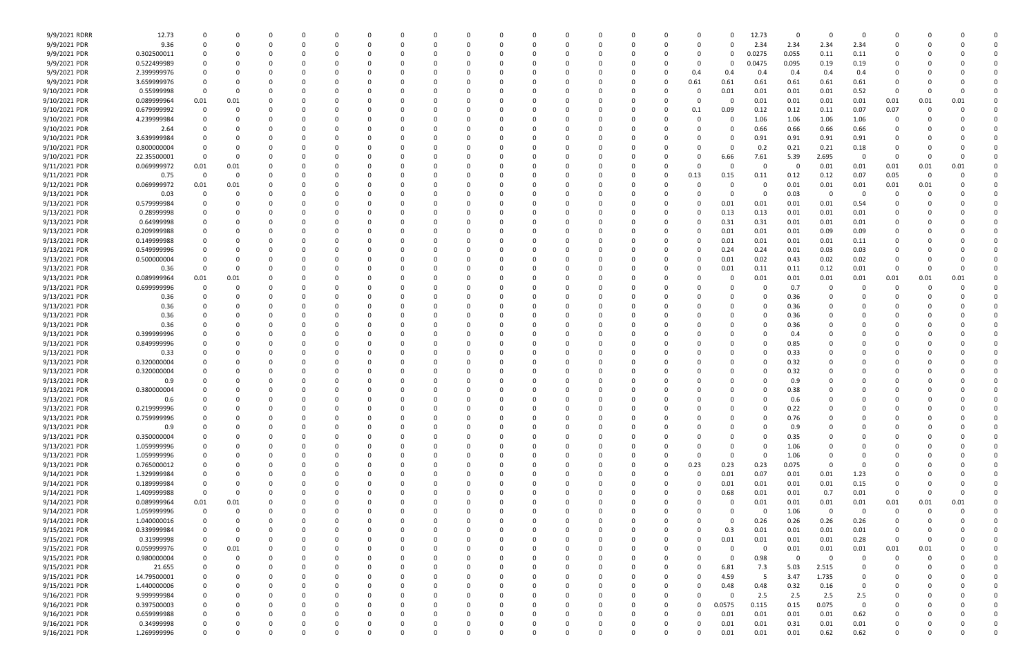| | | | | | | | | | | | | | | | | | | | | | | | | | |
|---|---|---|---|---|---|---|---|---|---|---|---|---|---|---|---|---|---|---|---|---|---|---|---|---|---|
| 9/9/2021 RDRR | 12.73 | 0 | 0 | 0 | 0 | 0 | 0 | 0 | 0 | 0 | 0 | 0 | 0 | 0 | 0 | 0 | 0 | 12.73 | 0 | 0 | 0 | 0 | 0 | 0 | 0 |
| 9/9/2021 PDR | 9.36 | 0 | 0 | 0 | 0 | 0 | 0 | 0 | 0 | 0 | 0 | 0 | 0 | 0 | 0 | 0 | 0 | 2.34 | 2.34 | 2.34 | 2.34 | 0 | 0 | 0 | 0 |
| 9/9/2021 PDR | 0.302500011 | 0 | 0 | 0 | 0 | 0 | 0 | 0 | 0 | 0 | 0 | 0 | 0 | 0 | 0 | 0 | 0 | 0.0275 | 0.055 | 0.11 | 0.11 | 0 | 0 | 0 | 0 |
| 9/9/2021 PDR | 0.522499989 | 0 | 0 | 0 | 0 | 0 | 0 | 0 | 0 | 0 | 0 | 0 | 0 | 0 | 0 | 0 | 0 | 0.0475 | 0.095 | 0.19 | 0.19 | 0 | 0 | 0 | 0 |
| 9/9/2021 PDR | 2.399999976 | 0 | 0 | 0 | 0 | 0 | 0 | 0 | 0 | 0 | 0 | 0 | 0 | 0 | 0 | 0.4 | 0.4 | 0.4 | 0.4 | 0.4 | 0.4 | 0 | 0 | 0 | 0 |
| 9/9/2021 PDR | 3.659999976 | 0 | 0 | 0 | 0 | 0 | 0 | 0 | 0 | 0 | 0 | 0 | 0 | 0 | 0 | 0.61 | 0.61 | 0.61 | 0.61 | 0.61 | 0.61 | 0 | 0 | 0 | 0 |
| 9/10/2021 PDR | 0.55999998 | 0 | 0 | 0 | 0 | 0 | 0 | 0 | 0 | 0 | 0 | 0 | 0 | 0 | 0 | 0 | 0.01 | 0.01 | 0.01 | 0.01 | 0.52 | 0 | 0 | 0 | 0 |
| 9/10/2021 PDR | 0.089999964 | 0.01 | 0.01 | 0 | 0 | 0 | 0 | 0 | 0 | 0 | 0 | 0 | 0 | 0 | 0 | 0 | 0 | 0.01 | 0.01 | 0.01 | 0.01 | 0.01 | 0.01 | 0.01 | 0 |
| 9/10/2021 PDR | 0.679999992 | 0 | 0 | 0 | 0 | 0 | 0 | 0 | 0 | 0 | 0 | 0 | 0 | 0 | 0 | 0.1 | 0.09 | 0.12 | 0.12 | 0.11 | 0.07 | 0.07 | 0 | 0 | 0 |
| 9/10/2021 PDR | 4.239999984 | 0 | 0 | 0 | 0 | 0 | 0 | 0 | 0 | 0 | 0 | 0 | 0 | 0 | 0 | 0 | 0 | 1.06 | 1.06 | 1.06 | 1.06 | 0 | 0 | 0 | 0 |
| 9/10/2021 PDR | 2.64 | 0 | 0 | 0 | 0 | 0 | 0 | 0 | 0 | 0 | 0 | 0 | 0 | 0 | 0 | 0 | 0 | 0.66 | 0.66 | 0.66 | 0.66 | 0 | 0 | 0 | 0 |
| 9/10/2021 PDR | 3.639999984 | 0 | 0 | 0 | 0 | 0 | 0 | 0 | 0 | 0 | 0 | 0 | 0 | 0 | 0 | 0 | 0 | 0.91 | 0.91 | 0.91 | 0.91 | 0 | 0 | 0 | 0 |
| 9/10/2021 PDR | 0.800000004 | 0 | 0 | 0 | 0 | 0 | 0 | 0 | 0 | 0 | 0 | 0 | 0 | 0 | 0 | 0 | 0 | 0.2 | 0.21 | 0.21 | 0.18 | 0 | 0 | 0 | 0 |
| 9/10/2021 PDR | 22.35500001 | 0 | 0 | 0 | 0 | 0 | 0 | 0 | 0 | 0 | 0 | 0 | 0 | 0 | 0 | 0 | 6.66 | 7.61 | 5.39 | 2.695 | 0 | 0 | 0 | 0 | 0 |
| 9/11/2021 PDR | 0.069999972 | 0.01 | 0.01 | 0 | 0 | 0 | 0 | 0 | 0 | 0 | 0 | 0 | 0 | 0 | 0 | 0 | 0 | 0 | 0 | 0.01 | 0.01 | 0.01 | 0.01 | 0.01 | 0 |
| 9/11/2021 PDR | 0.75 | 0 | 0 | 0 | 0 | 0 | 0 | 0 | 0 | 0 | 0 | 0 | 0 | 0 | 0 | 0.13 | 0.15 | 0.11 | 0.12 | 0.12 | 0.07 | 0.05 | 0 | 0 | 0 |
| 9/12/2021 PDR | 0.069999972 | 0.01 | 0.01 | 0 | 0 | 0 | 0 | 0 | 0 | 0 | 0 | 0 | 0 | 0 | 0 | 0 | 0 | 0 | 0.01 | 0.01 | 0.01 | 0.01 | 0.01 | 0 | 0 |
| 9/13/2021 PDR | 0.03 | 0 | 0 | 0 | 0 | 0 | 0 | 0 | 0 | 0 | 0 | 0 | 0 | 0 | 0 | 0 | 0 | 0 | 0.03 | 0 | 0 | 0 | 0 | 0 | 0 |
| 9/13/2021 PDR | 0.579999984 | 0 | 0 | 0 | 0 | 0 | 0 | 0 | 0 | 0 | 0 | 0 | 0 | 0 | 0 | 0 | 0.01 | 0.01 | 0.01 | 0.01 | 0.54 | 0 | 0 | 0 | 0 |
| 9/13/2021 PDR | 0.28999998 | 0 | 0 | 0 | 0 | 0 | 0 | 0 | 0 | 0 | 0 | 0 | 0 | 0 | 0 | 0 | 0.13 | 0.13 | 0.01 | 0.01 | 0.01 | 0 | 0 | 0 | 0 |
| 9/13/2021 PDR | 0.64999998 | 0 | 0 | 0 | 0 | 0 | 0 | 0 | 0 | 0 | 0 | 0 | 0 | 0 | 0 | 0 | 0.31 | 0.31 | 0.01 | 0.01 | 0.01 | 0 | 0 | 0 | 0 |
| 9/13/2021 PDR | 0.209999988 | 0 | 0 | 0 | 0 | 0 | 0 | 0 | 0 | 0 | 0 | 0 | 0 | 0 | 0 | 0 | 0.01 | 0.01 | 0.01 | 0.09 | 0.09 | 0 | 0 | 0 | 0 |
| 9/13/2021 PDR | 0.149999988 | 0 | 0 | 0 | 0 | 0 | 0 | 0 | 0 | 0 | 0 | 0 | 0 | 0 | 0 | 0 | 0.01 | 0.01 | 0.01 | 0.01 | 0.11 | 0 | 0 | 0 | 0 |
| 9/13/2021 PDR | 0.549999996 | 0 | 0 | 0 | 0 | 0 | 0 | 0 | 0 | 0 | 0 | 0 | 0 | 0 | 0 | 0 | 0.24 | 0.24 | 0.01 | 0.03 | 0.03 | 0 | 0 | 0 | 0 |
| 9/13/2021 PDR | 0.500000004 | 0 | 0 | 0 | 0 | 0 | 0 | 0 | 0 | 0 | 0 | 0 | 0 | 0 | 0 | 0 | 0.01 | 0.02 | 0.43 | 0.02 | 0.02 | 0 | 0 | 0 | 0 |
| 9/13/2021 PDR | 0.36 | 0 | 0 | 0 | 0 | 0 | 0 | 0 | 0 | 0 | 0 | 0 | 0 | 0 | 0 | 0 | 0.01 | 0.11 | 0.11 | 0.12 | 0.01 | 0 | 0 | 0 | 0 |
| 9/13/2021 PDR | 0.089999964 | 0.01 | 0.01 | 0 | 0 | 0 | 0 | 0 | 0 | 0 | 0 | 0 | 0 | 0 | 0 | 0 | 0 | 0.01 | 0.01 | 0.01 | 0.01 | 0.01 | 0.01 | 0.01 | 0 |
| 9/13/2021 PDR | 0.699999996 | 0 | 0 | 0 | 0 | 0 | 0 | 0 | 0 | 0 | 0 | 0 | 0 | 0 | 0 | 0 | 0 | 0 | 0.7 | 0 | 0 | 0 | 0 | 0 | 0 |
| 9/13/2021 PDR | 0.36 | 0 | 0 | 0 | 0 | 0 | 0 | 0 | 0 | 0 | 0 | 0 | 0 | 0 | 0 | 0 | 0 | 0 | 0.36 | 0 | 0 | 0 | 0 | 0 | 0 |
| 9/13/2021 PDR | 0.36 | 0 | 0 | 0 | 0 | 0 | 0 | 0 | 0 | 0 | 0 | 0 | 0 | 0 | 0 | 0 | 0 | 0 | 0.36 | 0 | 0 | 0 | 0 | 0 | 0 |
| 9/13/2021 PDR | 0.36 | 0 | 0 | 0 | 0 | 0 | 0 | 0 | 0 | 0 | 0 | 0 | 0 | 0 | 0 | 0 | 0 | 0 | 0.36 | 0 | 0 | 0 | 0 | 0 | 0 |
| 9/13/2021 PDR | 0.36 | 0 | 0 | 0 | 0 | 0 | 0 | 0 | 0 | 0 | 0 | 0 | 0 | 0 | 0 | 0 | 0 | 0 | 0.36 | 0 | 0 | 0 | 0 | 0 | 0 |
| 9/13/2021 PDR | 0.399999996 | 0 | 0 | 0 | 0 | 0 | 0 | 0 | 0 | 0 | 0 | 0 | 0 | 0 | 0 | 0 | 0 | 0 | 0.4 | 0 | 0 | 0 | 0 | 0 | 0 |
| 9/13/2021 PDR | 0.849999996 | 0 | 0 | 0 | 0 | 0 | 0 | 0 | 0 | 0 | 0 | 0 | 0 | 0 | 0 | 0 | 0 | 0 | 0.85 | 0 | 0 | 0 | 0 | 0 | 0 |
| 9/13/2021 PDR | 0.33 | 0 | 0 | 0 | 0 | 0 | 0 | 0 | 0 | 0 | 0 | 0 | 0 | 0 | 0 | 0 | 0 | 0 | 0.33 | 0 | 0 | 0 | 0 | 0 | 0 |
| 9/13/2021 PDR | 0.320000004 | 0 | 0 | 0 | 0 | 0 | 0 | 0 | 0 | 0 | 0 | 0 | 0 | 0 | 0 | 0 | 0 | 0 | 0.32 | 0 | 0 | 0 | 0 | 0 | 0 |
| 9/13/2021 PDR | 0.320000004 | 0 | 0 | 0 | 0 | 0 | 0 | 0 | 0 | 0 | 0 | 0 | 0 | 0 | 0 | 0 | 0 | 0 | 0.32 | 0 | 0 | 0 | 0 | 0 | 0 |
| 9/13/2021 PDR | 0.9 | 0 | 0 | 0 | 0 | 0 | 0 | 0 | 0 | 0 | 0 | 0 | 0 | 0 | 0 | 0 | 0 | 0 | 0.9 | 0 | 0 | 0 | 0 | 0 | 0 |
| 9/13/2021 PDR | 0.380000004 | 0 | 0 | 0 | 0 | 0 | 0 | 0 | 0 | 0 | 0 | 0 | 0 | 0 | 0 | 0 | 0 | 0 | 0.38 | 0 | 0 | 0 | 0 | 0 | 0 |
| 9/13/2021 PDR | 0.6 | 0 | 0 | 0 | 0 | 0 | 0 | 0 | 0 | 0 | 0 | 0 | 0 | 0 | 0 | 0 | 0 | 0 | 0.6 | 0 | 0 | 0 | 0 | 0 | 0 |
| 9/13/2021 PDR | 0.219999996 | 0 | 0 | 0 | 0 | 0 | 0 | 0 | 0 | 0 | 0 | 0 | 0 | 0 | 0 | 0 | 0 | 0 | 0.22 | 0 | 0 | 0 | 0 | 0 | 0 |
| 9/13/2021 PDR | 0.759999996 | 0 | 0 | 0 | 0 | 0 | 0 | 0 | 0 | 0 | 0 | 0 | 0 | 0 | 0 | 0 | 0 | 0 | 0.76 | 0 | 0 | 0 | 0 | 0 | 0 |
| 9/13/2021 PDR | 0.9 | 0 | 0 | 0 | 0 | 0 | 0 | 0 | 0 | 0 | 0 | 0 | 0 | 0 | 0 | 0 | 0 | 0 | 0.9 | 0 | 0 | 0 | 0 | 0 | 0 |
| 9/13/2021 PDR | 0.350000004 | 0 | 0 | 0 | 0 | 0 | 0 | 0 | 0 | 0 | 0 | 0 | 0 | 0 | 0 | 0 | 0 | 0 | 0.35 | 0 | 0 | 0 | 0 | 0 | 0 |
| 9/13/2021 PDR | 1.059999996 | 0 | 0 | 0 | 0 | 0 | 0 | 0 | 0 | 0 | 0 | 0 | 0 | 0 | 0 | 0 | 0 | 0 | 1.06 | 0 | 0 | 0 | 0 | 0 | 0 |
| 9/13/2021 PDR | 1.059999996 | 0 | 0 | 0 | 0 | 0 | 0 | 0 | 0 | 0 | 0 | 0 | 0 | 0 | 0 | 0 | 0 | 0 | 1.06 | 0 | 0 | 0 | 0 | 0 | 0 |
| 9/13/2021 PDR | 0.765000012 | 0 | 0 | 0 | 0 | 0 | 0 | 0 | 0 | 0 | 0 | 0 | 0 | 0 | 0 | 0.23 | 0.23 | 0.23 | 0.075 | 0 | 0 | 0 | 0 | 0 | 0 |
| 9/14/2021 PDR | 1.329999984 | 0 | 0 | 0 | 0 | 0 | 0 | 0 | 0 | 0 | 0 | 0 | 0 | 0 | 0 | 0 | 0.01 | 0.07 | 0.01 | 0.01 | 1.23 | 0 | 0 | 0 | 0 |
| 9/14/2021 PDR | 0.189999984 | 0 | 0 | 0 | 0 | 0 | 0 | 0 | 0 | 0 | 0 | 0 | 0 | 0 | 0 | 0 | 0.01 | 0.01 | 0.01 | 0.01 | 0.15 | 0 | 0 | 0 | 0 |
| 9/14/2021 PDR | 1.409999988 | 0 | 0 | 0 | 0 | 0 | 0 | 0 | 0 | 0 | 0 | 0 | 0 | 0 | 0 | 0 | 0.68 | 0.01 | 0.01 | 0.7 | 0.01 | 0 | 0 | 0 | 0 |
| 9/14/2021 PDR | 0.089999964 | 0.01 | 0.01 | 0 | 0 | 0 | 0 | 0 | 0 | 0 | 0 | 0 | 0 | 0 | 0 | 0 | 0 | 0.01 | 0.01 | 0.01 | 0.01 | 0.01 | 0.01 | 0.01 | 0 |
| 9/14/2021 PDR | 1.059999996 | 0 | 0 | 0 | 0 | 0 | 0 | 0 | 0 | 0 | 0 | 0 | 0 | 0 | 0 | 0 | 0 | 0 | 1.06 | 0 | 0 | 0 | 0 | 0 | 0 |
| 9/14/2021 PDR | 1.040000016 | 0 | 0 | 0 | 0 | 0 | 0 | 0 | 0 | 0 | 0 | 0 | 0 | 0 | 0 | 0 | 0 | 0.26 | 0.26 | 0.26 | 0.26 | 0 | 0 | 0 | 0 |
| 9/15/2021 PDR | 0.339999984 | 0 | 0 | 0 | 0 | 0 | 0 | 0 | 0 | 0 | 0 | 0 | 0 | 0 | 0 | 0 | 0.3 | 0.01 | 0.01 | 0.01 | 0.01 | 0 | 0 | 0 | 0 |
| 9/15/2021 PDR | 0.31999998 | 0 | 0 | 0 | 0 | 0 | 0 | 0 | 0 | 0 | 0 | 0 | 0 | 0 | 0 | 0 | 0.01 | 0.01 | 0.01 | 0.01 | 0.28 | 0 | 0 | 0 | 0 |
| 9/15/2021 PDR | 0.059999976 | 0 | 0.01 | 0 | 0 | 0 | 0 | 0 | 0 | 0 | 0 | 0 | 0 | 0 | 0 | 0 | 0 | 0 | 0.01 | 0.01 | 0.01 | 0.01 | 0.01 | 0 | 0 |
| 9/15/2021 PDR | 0.980000004 | 0 | 0 | 0 | 0 | 0 | 0 | 0 | 0 | 0 | 0 | 0 | 0 | 0 | 0 | 0 | 0 | 0.98 | 0 | 0 | 0 | 0 | 0 | 0 | 0 |
| 9/15/2021 PDR | 21.655 | 0 | 0 | 0 | 0 | 0 | 0 | 0 | 0 | 0 | 0 | 0 | 0 | 0 | 0 | 0 | 6.81 | 7.3 | 5.03 | 2.515 | 0 | 0 | 0 | 0 | 0 |
| 9/15/2021 PDR | 14.79500001 | 0 | 0 | 0 | 0 | 0 | 0 | 0 | 0 | 0 | 0 | 0 | 0 | 0 | 0 | 0 | 4.59 | 5 | 3.47 | 1.735 | 0 | 0 | 0 | 0 | 0 |
| 9/15/2021 PDR | 1.440000006 | 0 | 0 | 0 | 0 | 0 | 0 | 0 | 0 | 0 | 0 | 0 | 0 | 0 | 0 | 0 | 0.48 | 0.48 | 0.32 | 0.16 | 0 | 0 | 0 | 0 | 0 |
| 9/16/2021 PDR | 9.999999984 | 0 | 0 | 0 | 0 | 0 | 0 | 0 | 0 | 0 | 0 | 0 | 0 | 0 | 0 | 0 | 0 | 2.5 | 2.5 | 2.5 | 2.5 | 0 | 0 | 0 | 0 |
| 9/16/2021 PDR | 0.397500003 | 0 | 0 | 0 | 0 | 0 | 0 | 0 | 0 | 0 | 0 | 0 | 0 | 0 | 0 | 0 | 0.0575 | 0.115 | 0.15 | 0.075 | 0 | 0 | 0 | 0 | 0 |
| 9/16/2021 PDR | 0.659999988 | 0 | 0 | 0 | 0 | 0 | 0 | 0 | 0 | 0 | 0 | 0 | 0 | 0 | 0 | 0 | 0.01 | 0.01 | 0.01 | 0.01 | 0.62 | 0 | 0 | 0 | 0 |
| 9/16/2021 PDR | 0.34999998 | 0 | 0 | 0 | 0 | 0 | 0 | 0 | 0 | 0 | 0 | 0 | 0 | 0 | 0 | 0 | 0.01 | 0.01 | 0.31 | 0.01 | 0.01 | 0 | 0 | 0 | 0 |
| 9/16/2021 PDR | 1.269999996 | 0 | 0 | 0 | 0 | 0 | 0 | 0 | 0 | 0 | 0 | 0 | 0 | 0 | 0 | 0 | 0.01 | 0.01 | 0.01 | 0.62 | 0.62 | 0 | 0 | 0 | 0 |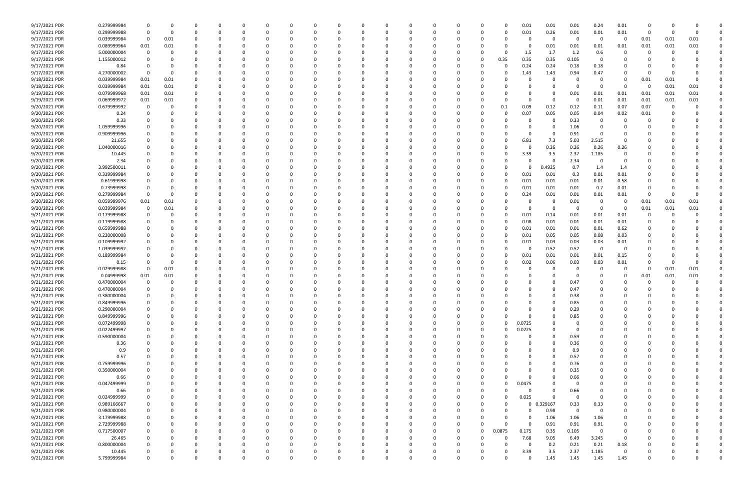| | | | | | | | | | | | | | | | | | | | | | | | | | | |
|---|---|---|---|---|---|---|---|---|---|---|---|---|---|---|---|---|---|---|---|---|---|---|---|---|---|---|
| 9/17/2021 PDR | 0.279999984 | 0 | 0 | 0 | 0 | 0 | 0 | 0 | 0 | 0 | 0 | 0 | 0 | 0 | 0 | 0 | 0 | 0.01 | 0.01 | 0.01 | 0.24 | 0.01 | 0 | 0 | 0 | 0 |
| 9/17/2021 PDR | 0.299999988 | 0 | 0 | 0 | 0 | 0 | 0 | 0 | 0 | 0 | 0 | 0 | 0 | 0 | 0 | 0 | 0 | 0.01 | 0.26 | 0.01 | 0.01 | 0.01 | 0 | 0 | 0 | 0 |
| 9/17/2021 PDR | 0.039999984 | 0 | 0.01 | 0 | 0 | 0 | 0 | 0 | 0 | 0 | 0 | 0 | 0 | 0 | 0 | 0 | 0 | 0 | 0 | 0 | 0 | 0 | 0.01 | 0.01 | 0.01 | 0 |
| 9/17/2021 PDR | 0.089999964 | 0.01 | 0.01 | 0 | 0 | 0 | 0 | 0 | 0 | 0 | 0 | 0 | 0 | 0 | 0 | 0 | 0 | 0 | 0.01 | 0.01 | 0.01 | 0.01 | 0.01 | 0.01 | 0.01 | 0 |
| 9/17/2021 PDR | 5.000000004 | 0 | 0 | 0 | 0 | 0 | 0 | 0 | 0 | 0 | 0 | 0 | 0 | 0 | 0 | 0 | 0 | 1.5 | 1.7 | 1.2 | 0.6 | 0 | 0 | 0 | 0 | 0 |
| 9/17/2021 PDR | 1.155000012 | 0 | 0 | 0 | 0 | 0 | 0 | 0 | 0 | 0 | 0 | 0 | 0 | 0 | 0 | 0 | 0.35 | 0.35 | 0.35 | 0.105 | 0 | 0 | 0 | 0 | 0 | 0 |
| 9/17/2021 PDR | 0.84 | 0 | 0 | 0 | 0 | 0 | 0 | 0 | 0 | 0 | 0 | 0 | 0 | 0 | 0 | 0 | 0 | 0.24 | 0.24 | 0.18 | 0.18 | 0 | 0 | 0 | 0 | 0 |
| 9/17/2021 PDR | 4.270000002 | 0 | 0 | 0 | 0 | 0 | 0 | 0 | 0 | 0 | 0 | 0 | 0 | 0 | 0 | 0 | 0 | 1.43 | 1.43 | 0.94 | 0.47 | 0 | 0 | 0 | 0 | 0 |
| 9/18/2021 PDR | 0.039999984 | 0.01 | 0.01 | 0 | 0 | 0 | 0 | 0 | 0 | 0 | 0 | 0 | 0 | 0 | 0 | 0 | 0 | 0 | 0 | 0 | 0 | 0 | 0.01 | 0.01 | 0 | 0 |
| 9/18/2021 PDR | 0.039999984 | 0.01 | 0.01 | 0 | 0 | 0 | 0 | 0 | 0 | 0 | 0 | 0 | 0 | 0 | 0 | 0 | 0 | 0 | 0 | 0 | 0 | 0 | 0 | 0.01 | 0.01 | 0 |
| 9/19/2021 PDR | 0.079999968 | 0.01 | 0.01 | 0 | 0 | 0 | 0 | 0 | 0 | 0 | 0 | 0 | 0 | 0 | 0 | 0 | 0 | 0 | 0 | 0.01 | 0.01 | 0.01 | 0.01 | 0.01 | 0.01 | 0 |
| 9/19/2021 PDR | 0.069999972 | 0.01 | 0.01 | 0 | 0 | 0 | 0 | 0 | 0 | 0 | 0 | 0 | 0 | 0 | 0 | 0 | 0 | 0 | 0 | 0 | 0.01 | 0.01 | 0.01 | 0.01 | 0.01 | 0 |
| 9/20/2021 PDR | 0.679999992 | 0 | 0 | 0 | 0 | 0 | 0 | 0 | 0 | 0 | 0 | 0 | 0 | 0 | 0 | 0 | 0.1 | 0.09 | 0.12 | 0.12 | 0.11 | 0.07 | 0.07 | 0 | 0 | 0 |
| 9/20/2021 PDR | 0.24 | 0 | 0 | 0 | 0 | 0 | 0 | 0 | 0 | 0 | 0 | 0 | 0 | 0 | 0 | 0 | 0 | 0.07 | 0.05 | 0.05 | 0.04 | 0.02 | 0.01 | 0 | 0 | 0 |
| 9/20/2021 PDR | 0.33 | 0 | 0 | 0 | 0 | 0 | 0 | 0 | 0 | 0 | 0 | 0 | 0 | 0 | 0 | 0 | 0 | 0 | 0 | 0.33 | 0 | 0 | 0 | 0 | 0 | 0 |
| 9/20/2021 PDR | 1.059999996 | 0 | 0 | 0 | 0 | 0 | 0 | 0 | 0 | 0 | 0 | 0 | 0 | 0 | 0 | 0 | 0 | 0 | 0 | 1.06 | 0 | 0 | 0 | 0 | 0 | 0 |
| 9/20/2021 PDR | 0.909999996 | 0 | 0 | 0 | 0 | 0 | 0 | 0 | 0 | 0 | 0 | 0 | 0 | 0 | 0 | 0 | 0 | 0 | 0 | 0.91 | 0 | 0 | 0 | 0 | 0 | 0 |
| 9/20/2021 PDR | 21.655 | 0 | 0 | 0 | 0 | 0 | 0 | 0 | 0 | 0 | 0 | 0 | 0 | 0 | 0 | 0 | 0 | 6.81 | 7.3 | 5.03 | 2.515 | 0 | 0 | 0 | 0 | 0 |
| 9/20/2021 PDR | 1.040000016 | 0 | 0 | 0 | 0 | 0 | 0 | 0 | 0 | 0 | 0 | 0 | 0 | 0 | 0 | 0 | 0 | 0 | 0.26 | 0.26 | 0.26 | 0.26 | 0 | 0 | 0 | 0 |
| 9/20/2021 PDR | 10.445 | 0 | 0 | 0 | 0 | 0 | 0 | 0 | 0 | 0 | 0 | 0 | 0 | 0 | 0 | 0 | 0 | 3.39 | 3.5 | 2.37 | 1.185 | 0 | 0 | 0 | 0 | 0 |
| 9/20/2021 PDR | 2.34 | 0 | 0 | 0 | 0 | 0 | 0 | 0 | 0 | 0 | 0 | 0 | 0 | 0 | 0 | 0 | 0 | 0 | 0 | 2.34 | 0 | 0 | 0 | 0 | 0 | 0 |
| 9/20/2021 PDR | 3.992500011 | 0 | 0 | 0 | 0 | 0 | 0 | 0 | 0 | 0 | 0 | 0 | 0 | 0 | 0 | 0 | 0 | 0 | 0.4925 | 0.7 | 1.4 | 1.4 | 0 | 0 | 0 | 0 |
| 9/20/2021 PDR | 0.339999984 | 0 | 0 | 0 | 0 | 0 | 0 | 0 | 0 | 0 | 0 | 0 | 0 | 0 | 0 | 0 | 0 | 0.01 | 0.01 | 0.3 | 0.01 | 0.01 | 0 | 0 | 0 | 0 |
| 9/20/2021 PDR | 0.61999998 | 0 | 0 | 0 | 0 | 0 | 0 | 0 | 0 | 0 | 0 | 0 | 0 | 0 | 0 | 0 | 0 | 0.01 | 0.01 | 0.01 | 0.01 | 0.58 | 0 | 0 | 0 | 0 |
| 9/20/2021 PDR | 0.73999998 | 0 | 0 | 0 | 0 | 0 | 0 | 0 | 0 | 0 | 0 | 0 | 0 | 0 | 0 | 0 | 0 | 0.01 | 0.01 | 0.01 | 0.7 | 0.01 | 0 | 0 | 0 | 0 |
| 9/20/2021 PDR | 0.279999984 | 0 | 0 | 0 | 0 | 0 | 0 | 0 | 0 | 0 | 0 | 0 | 0 | 0 | 0 | 0 | 0 | 0.24 | 0.01 | 0.01 | 0.01 | 0.01 | 0 | 0 | 0 | 0 |
| 9/20/2021 PDR | 0.059999976 | 0.01 | 0.01 | 0 | 0 | 0 | 0 | 0 | 0 | 0 | 0 | 0 | 0 | 0 | 0 | 0 | 0 | 0 | 0 | 0.01 | 0 | 0 | 0.01 | 0.01 | 0.01 | 0 |
| 9/20/2021 PDR | 0.039999984 | 0 | 0.01 | 0 | 0 | 0 | 0 | 0 | 0 | 0 | 0 | 0 | 0 | 0 | 0 | 0 | 0 | 0 | 0 | 0 | 0 | 0 | 0.01 | 0.01 | 0.01 | 0 |
| 9/21/2021 PDR | 0.179999988 | 0 | 0 | 0 | 0 | 0 | 0 | 0 | 0 | 0 | 0 | 0 | 0 | 0 | 0 | 0 | 0 | 0.01 | 0.14 | 0.01 | 0.01 | 0.01 | 0 | 0 | 0 | 0 |
| 9/21/2021 PDR | 0.119999988 | 0 | 0 | 0 | 0 | 0 | 0 | 0 | 0 | 0 | 0 | 0 | 0 | 0 | 0 | 0 | 0 | 0.08 | 0.01 | 0.01 | 0.01 | 0.01 | 0 | 0 | 0 | 0 |
| 9/21/2021 PDR | 0.659999988 | 0 | 0 | 0 | 0 | 0 | 0 | 0 | 0 | 0 | 0 | 0 | 0 | 0 | 0 | 0 | 0 | 0.01 | 0.01 | 0.01 | 0.01 | 0.62 | 0 | 0 | 0 | 0 |
| 9/21/2021 PDR | 0.220000008 | 0 | 0 | 0 | 0 | 0 | 0 | 0 | 0 | 0 | 0 | 0 | 0 | 0 | 0 | 0 | 0 | 0.01 | 0.05 | 0.05 | 0.08 | 0.03 | 0 | 0 | 0 | 0 |
| 9/21/2021 PDR | 0.109999992 | 0 | 0 | 0 | 0 | 0 | 0 | 0 | 0 | 0 | 0 | 0 | 0 | 0 | 0 | 0 | 0 | 0.01 | 0.03 | 0.03 | 0.03 | 0.01 | 0 | 0 | 0 | 0 |
| 9/21/2021 PDR | 1.039999992 | 0 | 0 | 0 | 0 | 0 | 0 | 0 | 0 | 0 | 0 | 0 | 0 | 0 | 0 | 0 | 0 | 0 | 0.52 | 0.52 | 0 | 0 | 0 | 0 | 0 | 0 |
| 9/21/2021 PDR | 0.189999984 | 0 | 0 | 0 | 0 | 0 | 0 | 0 | 0 | 0 | 0 | 0 | 0 | 0 | 0 | 0 | 0 | 0.01 | 0.01 | 0.01 | 0.01 | 0.15 | 0 | 0 | 0 | 0 |
| 9/21/2021 PDR | 0.15 | 0 | 0 | 0 | 0 | 0 | 0 | 0 | 0 | 0 | 0 | 0 | 0 | 0 | 0 | 0 | 0 | 0.02 | 0.06 | 0.03 | 0.03 | 0.01 | 0 | 0 | 0 | 0 |
| 9/21/2021 PDR | 0.029999988 | 0 | 0.01 | 0 | 0 | 0 | 0 | 0 | 0 | 0 | 0 | 0 | 0 | 0 | 0 | 0 | 0 | 0 | 0 | 0 | 0 | 0 | 0 | 0.01 | 0.01 | 0 |
| 9/21/2021 PDR | 0.04999998 | 0.01 | 0.01 | 0 | 0 | 0 | 0 | 0 | 0 | 0 | 0 | 0 | 0 | 0 | 0 | 0 | 0 | 0 | 0 | 0 | 0 | 0 | 0.01 | 0.01 | 0.01 | 0 |
| 9/21/2021 PDR | 0.470000004 | 0 | 0 | 0 | 0 | 0 | 0 | 0 | 0 | 0 | 0 | 0 | 0 | 0 | 0 | 0 | 0 | 0 | 0 | 0.47 | 0 | 0 | 0 | 0 | 0 | 0 |
| 9/21/2021 PDR | 0.470000004 | 0 | 0 | 0 | 0 | 0 | 0 | 0 | 0 | 0 | 0 | 0 | 0 | 0 | 0 | 0 | 0 | 0 | 0 | 0.47 | 0 | 0 | 0 | 0 | 0 | 0 |
| 9/21/2021 PDR | 0.380000004 | 0 | 0 | 0 | 0 | 0 | 0 | 0 | 0 | 0 | 0 | 0 | 0 | 0 | 0 | 0 | 0 | 0 | 0 | 0.38 | 0 | 0 | 0 | 0 | 0 | 0 |
| 9/21/2021 PDR | 0.849999996 | 0 | 0 | 0 | 0 | 0 | 0 | 0 | 0 | 0 | 0 | 0 | 0 | 0 | 0 | 0 | 0 | 0 | 0 | 0.85 | 0 | 0 | 0 | 0 | 0 | 0 |
| 9/21/2021 PDR | 0.290000004 | 0 | 0 | 0 | 0 | 0 | 0 | 0 | 0 | 0 | 0 | 0 | 0 | 0 | 0 | 0 | 0 | 0 | 0 | 0.29 | 0 | 0 | 0 | 0 | 0 | 0 |
| 9/21/2021 PDR | 0.849999996 | 0 | 0 | 0 | 0 | 0 | 0 | 0 | 0 | 0 | 0 | 0 | 0 | 0 | 0 | 0 | 0 | 0 | 0 | 0.85 | 0 | 0 | 0 | 0 | 0 | 0 |
| 9/21/2021 PDR | 0.072499998 | 0 | 0 | 0 | 0 | 0 | 0 | 0 | 0 | 0 | 0 | 0 | 0 | 0 | 0 | 0 | 0 | 0.0725 | 0 | 0 | 0 | 0 | 0 | 0 | 0 | 0 |
| 9/21/2021 PDR | 0.022499997 | 0 | 0 | 0 | 0 | 0 | 0 | 0 | 0 | 0 | 0 | 0 | 0 | 0 | 0 | 0 | 0 | 0.0225 | 0 | 0 | 0 | 0 | 0 | 0 | 0 | 0 |
| 9/21/2021 PDR | 0.590000004 | 0 | 0 | 0 | 0 | 0 | 0 | 0 | 0 | 0 | 0 | 0 | 0 | 0 | 0 | 0 | 0 | 0 | 0 | 0.59 | 0 | 0 | 0 | 0 | 0 | 0 |
| 9/21/2021 PDR | 0.36 | 0 | 0 | 0 | 0 | 0 | 0 | 0 | 0 | 0 | 0 | 0 | 0 | 0 | 0 | 0 | 0 | 0 | 0 | 0.36 | 0 | 0 | 0 | 0 | 0 | 0 |
| 9/21/2021 PDR | 0.9 | 0 | 0 | 0 | 0 | 0 | 0 | 0 | 0 | 0 | 0 | 0 | 0 | 0 | 0 | 0 | 0 | 0 | 0 | 0.9 | 0 | 0 | 0 | 0 | 0 | 0 |
| 9/21/2021 PDR | 0.57 | 0 | 0 | 0 | 0 | 0 | 0 | 0 | 0 | 0 | 0 | 0 | 0 | 0 | 0 | 0 | 0 | 0 | 0 | 0.57 | 0 | 0 | 0 | 0 | 0 | 0 |
| 9/21/2021 PDR | 0.759999996 | 0 | 0 | 0 | 0 | 0 | 0 | 0 | 0 | 0 | 0 | 0 | 0 | 0 | 0 | 0 | 0 | 0 | 0 | 0.76 | 0 | 0 | 0 | 0 | 0 | 0 |
| 9/21/2021 PDR | 0.350000004 | 0 | 0 | 0 | 0 | 0 | 0 | 0 | 0 | 0 | 0 | 0 | 0 | 0 | 0 | 0 | 0 | 0 | 0 | 0.35 | 0 | 0 | 0 | 0 | 0 | 0 |
| 9/21/2021 PDR | 0.66 | 0 | 0 | 0 | 0 | 0 | 0 | 0 | 0 | 0 | 0 | 0 | 0 | 0 | 0 | 0 | 0 | 0 | 0 | 0.66 | 0 | 0 | 0 | 0 | 0 | 0 |
| 9/21/2021 PDR | 0.047499999 | 0 | 0 | 0 | 0 | 0 | 0 | 0 | 0 | 0 | 0 | 0 | 0 | 0 | 0 | 0 | 0 | 0.0475 | 0 | 0 | 0 | 0 | 0 | 0 | 0 | 0 |
| 9/21/2021 PDR | 0.66 | 0 | 0 | 0 | 0 | 0 | 0 | 0 | 0 | 0 | 0 | 0 | 0 | 0 | 0 | 0 | 0 | 0 | 0 | 0.66 | 0 | 0 | 0 | 0 | 0 | 0 |
| 9/21/2021 PDR | 0.024999999 | 0 | 0 | 0 | 0 | 0 | 0 | 0 | 0 | 0 | 0 | 0 | 0 | 0 | 0 | 0 | 0 | 0.025 | 0 | 0 | 0 | 0 | 0 | 0 | 0 | 0 |
| 9/21/2021 PDR | 0.989166667 | 0 | 0 | 0 | 0 | 0 | 0 | 0 | 0 | 0 | 0 | 0 | 0 | 0 | 0 | 0 | 0 | 0 | 0.329167 | 0.33 | 0.33 | 0 | 0 | 0 | 0 | 0 |
| 9/21/2021 PDR | 0.980000004 | 0 | 0 | 0 | 0 | 0 | 0 | 0 | 0 | 0 | 0 | 0 | 0 | 0 | 0 | 0 | 0 | 0 | 0.98 | 0 | 0 | 0 | 0 | 0 | 0 | 0 |
| 9/21/2021 PDR | 3.179999988 | 0 | 0 | 0 | 0 | 0 | 0 | 0 | 0 | 0 | 0 | 0 | 0 | 0 | 0 | 0 | 0 | 0 | 1.06 | 1.06 | 1.06 | 0 | 0 | 0 | 0 | 0 |
| 9/21/2021 PDR | 2.729999988 | 0 | 0 | 0 | 0 | 0 | 0 | 0 | 0 | 0 | 0 | 0 | 0 | 0 | 0 | 0 | 0 | 0 | 0.91 | 0.91 | 0.91 | 0 | 0 | 0 | 0 | 0 |
| 9/21/2021 PDR | 0.717500007 | 0 | 0 | 0 | 0 | 0 | 0 | 0 | 0 | 0 | 0 | 0 | 0 | 0 | 0 | 0 | 0.0875 | 0.175 | 0.35 | 0.105 | 0 | 0 | 0 | 0 | 0 | 0 |
| 9/21/2021 PDR | 26.465 | 0 | 0 | 0 | 0 | 0 | 0 | 0 | 0 | 0 | 0 | 0 | 0 | 0 | 0 | 0 | 0 | 7.68 | 9.05 | 6.49 | 3.245 | 0 | 0 | 0 | 0 | 0 |
| 9/21/2021 PDR | 0.800000004 | 0 | 0 | 0 | 0 | 0 | 0 | 0 | 0 | 0 | 0 | 0 | 0 | 0 | 0 | 0 | 0 | 0 | 0.2 | 0.21 | 0.21 | 0.18 | 0 | 0 | 0 | 0 |
| 9/21/2021 PDR | 10.445 | 0 | 0 | 0 | 0 | 0 | 0 | 0 | 0 | 0 | 0 | 0 | 0 | 0 | 0 | 0 | 0 | 3.39 | 3.5 | 2.37 | 1.185 | 0 | 0 | 0 | 0 | 0 |
| 9/21/2021 PDR | 5.799999984 | 0 | 0 | 0 | 0 | 0 | 0 | 0 | 0 | 0 | 0 | 0 | 0 | 0 | 0 | 0 | 0 | 0 | 1.45 | 1.45 | 1.45 | 1.45 | 0 | 0 | 0 | 0 |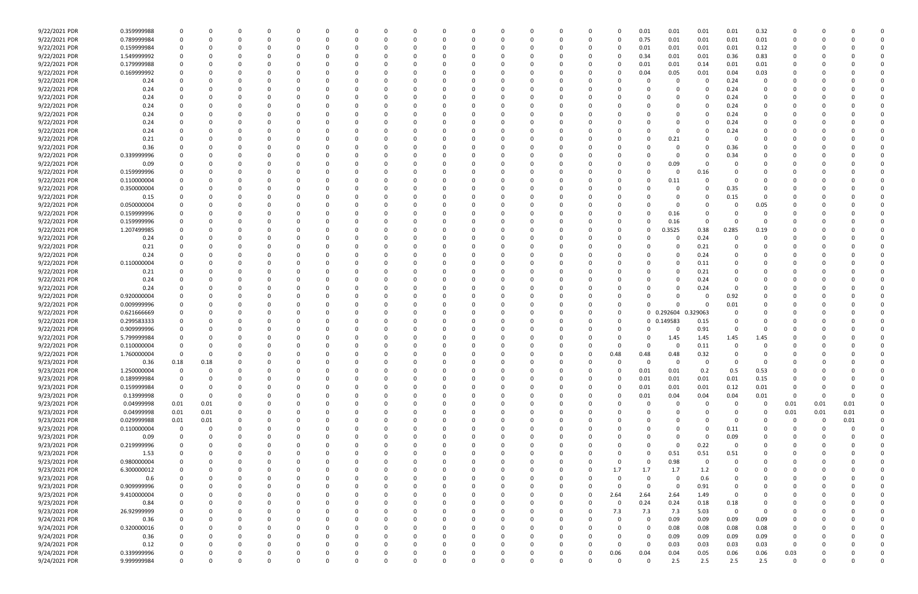| | | | | | | | | | | | | | | | | | | | | | | | | | | | | |
|---|---|---|---|---|---|---|---|---|---|---|---|---|---|---|---|---|---|---|---|---|---|---|---|---|---|---|---|---|
| 9/22/2021 PDR | 0.359999988 | 0 | 0 | 0 | 0 | 0 | 0 | 0 | 0 | 0 | 0 | 0 | 0 | 0 | 0 | 0 | 0 | 0 | 0 | 0.01 | 0.01 | 0.01 | 0.01 | 0.32 | 0 | 0 | 0 | 0 |
| 9/22/2021 PDR | 0.789999984 | 0 | 0 | 0 | 0 | 0 | 0 | 0 | 0 | 0 | 0 | 0 | 0 | 0 | 0 | 0 | 0 | 0 | 0 | 0.75 | 0.01 | 0.01 | 0.01 | 0.01 | 0 | 0 | 0 | 0 |
| 9/22/2021 PDR | 0.159999984 | 0 | 0 | 0 | 0 | 0 | 0 | 0 | 0 | 0 | 0 | 0 | 0 | 0 | 0 | 0 | 0 | 0 | 0 | 0.01 | 0.01 | 0.01 | 0.01 | 0.12 | 0 | 0 | 0 | 0 |
| 9/22/2021 PDR | 1.549999992 | 0 | 0 | 0 | 0 | 0 | 0 | 0 | 0 | 0 | 0 | 0 | 0 | 0 | 0 | 0 | 0 | 0 | 0 | 0.34 | 0.01 | 0.01 | 0.36 | 0.83 | 0 | 0 | 0 | 0 |
| 9/22/2021 PDR | 0.179999988 | 0 | 0 | 0 | 0 | 0 | 0 | 0 | 0 | 0 | 0 | 0 | 0 | 0 | 0 | 0 | 0 | 0 | 0 | 0.01 | 0.01 | 0.14 | 0.01 | 0.01 | 0 | 0 | 0 | 0 |
| 9/22/2021 PDR | 0.169999992 | 0 | 0 | 0 | 0 | 0 | 0 | 0 | 0 | 0 | 0 | 0 | 0 | 0 | 0 | 0 | 0 | 0 | 0 | 0.04 | 0.05 | 0.01 | 0.04 | 0.03 | 0 | 0 | 0 | 0 |
| 9/22/2021 PDR | 0.24 | 0 | 0 | 0 | 0 | 0 | 0 | 0 | 0 | 0 | 0 | 0 | 0 | 0 | 0 | 0 | 0 | 0 | 0 | 0 | 0 | 0 | 0.24 | 0 | 0 | 0 | 0 | 0 |
| 9/22/2021 PDR | 0.24 | 0 | 0 | 0 | 0 | 0 | 0 | 0 | 0 | 0 | 0 | 0 | 0 | 0 | 0 | 0 | 0 | 0 | 0 | 0 | 0 | 0 | 0.24 | 0 | 0 | 0 | 0 | 0 |
| 9/22/2021 PDR | 0.24 | 0 | 0 | 0 | 0 | 0 | 0 | 0 | 0 | 0 | 0 | 0 | 0 | 0 | 0 | 0 | 0 | 0 | 0 | 0 | 0 | 0 | 0.24 | 0 | 0 | 0 | 0 | 0 |
| 9/22/2021 PDR | 0.24 | 0 | 0 | 0 | 0 | 0 | 0 | 0 | 0 | 0 | 0 | 0 | 0 | 0 | 0 | 0 | 0 | 0 | 0 | 0 | 0 | 0 | 0.24 | 0 | 0 | 0 | 0 | 0 |
| 9/22/2021 PDR | 0.24 | 0 | 0 | 0 | 0 | 0 | 0 | 0 | 0 | 0 | 0 | 0 | 0 | 0 | 0 | 0 | 0 | 0 | 0 | 0 | 0 | 0 | 0.24 | 0 | 0 | 0 | 0 | 0 |
| 9/22/2021 PDR | 0.24 | 0 | 0 | 0 | 0 | 0 | 0 | 0 | 0 | 0 | 0 | 0 | 0 | 0 | 0 | 0 | 0 | 0 | 0 | 0 | 0 | 0 | 0.24 | 0 | 0 | 0 | 0 | 0 |
| 9/22/2021 PDR | 0.21 | 0 | 0 | 0 | 0 | 0 | 0 | 0 | 0 | 0 | 0 | 0 | 0 | 0 | 0 | 0 | 0 | 0 | 0 | 0 | 0.21 | 0 | 0 | 0 | 0 | 0 | 0 | 0 |
| 9/22/2021 PDR | 0.36 | 0 | 0 | 0 | 0 | 0 | 0 | 0 | 0 | 0 | 0 | 0 | 0 | 0 | 0 | 0 | 0 | 0 | 0 | 0 | 0 | 0 | 0.36 | 0 | 0 | 0 | 0 | 0 |
| 9/22/2021 PDR | 0.339999996 | 0 | 0 | 0 | 0 | 0 | 0 | 0 | 0 | 0 | 0 | 0 | 0 | 0 | 0 | 0 | 0 | 0 | 0 | 0 | 0 | 0 | 0.34 | 0 | 0 | 0 | 0 | 0 |
| 9/22/2021 PDR | 0.09 | 0 | 0 | 0 | 0 | 0 | 0 | 0 | 0 | 0 | 0 | 0 | 0 | 0 | 0 | 0 | 0 | 0 | 0 | 0 | 0.09 | 0 | 0 | 0 | 0 | 0 | 0 | 0 |
| 9/22/2021 PDR | 0.159999996 | 0 | 0 | 0 | 0 | 0 | 0 | 0 | 0 | 0 | 0 | 0 | 0 | 0 | 0 | 0 | 0 | 0 | 0 | 0 | 0 | 0.16 | 0 | 0 | 0 | 0 | 0 | 0 |
| 9/22/2021 PDR | 0.110000004 | 0 | 0 | 0 | 0 | 0 | 0 | 0 | 0 | 0 | 0 | 0 | 0 | 0 | 0 | 0 | 0 | 0 | 0 | 0 | 0.11 | 0 | 0 | 0 | 0 | 0 | 0 | 0 |
| 9/22/2021 PDR | 0.350000004 | 0 | 0 | 0 | 0 | 0 | 0 | 0 | 0 | 0 | 0 | 0 | 0 | 0 | 0 | 0 | 0 | 0 | 0 | 0 | 0 | 0 | 0.35 | 0 | 0 | 0 | 0 | 0 |
| 9/22/2021 PDR | 0.15 | 0 | 0 | 0 | 0 | 0 | 0 | 0 | 0 | 0 | 0 | 0 | 0 | 0 | 0 | 0 | 0 | 0 | 0 | 0 | 0 | 0 | 0.15 | 0 | 0 | 0 | 0 | 0 |
| 9/22/2021 PDR | 0.050000004 | 0 | 0 | 0 | 0 | 0 | 0 | 0 | 0 | 0 | 0 | 0 | 0 | 0 | 0 | 0 | 0 | 0 | 0 | 0 | 0 | 0 | 0 | 0.05 | 0 | 0 | 0 | 0 |
| 9/22/2021 PDR | 0.159999996 | 0 | 0 | 0 | 0 | 0 | 0 | 0 | 0 | 0 | 0 | 0 | 0 | 0 | 0 | 0 | 0 | 0 | 0 | 0 | 0.16 | 0 | 0 | 0 | 0 | 0 | 0 | 0 |
| 9/22/2021 PDR | 0.159999996 | 0 | 0 | 0 | 0 | 0 | 0 | 0 | 0 | 0 | 0 | 0 | 0 | 0 | 0 | 0 | 0 | 0 | 0 | 0 | 0.16 | 0 | 0 | 0 | 0 | 0 | 0 | 0 |
| 9/22/2021 PDR | 1.207499985 | 0 | 0 | 0 | 0 | 0 | 0 | 0 | 0 | 0 | 0 | 0 | 0 | 0 | 0 | 0 | 0 | 0 | 0 | 0 | 0.3525 | 0.38 | 0.285 | 0.19 | 0 | 0 | 0 | 0 |
| 9/22/2021 PDR | 0.24 | 0 | 0 | 0 | 0 | 0 | 0 | 0 | 0 | 0 | 0 | 0 | 0 | 0 | 0 | 0 | 0 | 0 | 0 | 0 | 0 | 0.24 | 0 | 0 | 0 | 0 | 0 | 0 |
| 9/22/2021 PDR | 0.21 | 0 | 0 | 0 | 0 | 0 | 0 | 0 | 0 | 0 | 0 | 0 | 0 | 0 | 0 | 0 | 0 | 0 | 0 | 0 | 0 | 0.21 | 0 | 0 | 0 | 0 | 0 | 0 |
| 9/22/2021 PDR | 0.24 | 0 | 0 | 0 | 0 | 0 | 0 | 0 | 0 | 0 | 0 | 0 | 0 | 0 | 0 | 0 | 0 | 0 | 0 | 0 | 0 | 0.24 | 0 | 0 | 0 | 0 | 0 | 0 |
| 9/22/2021 PDR | 0.110000004 | 0 | 0 | 0 | 0 | 0 | 0 | 0 | 0 | 0 | 0 | 0 | 0 | 0 | 0 | 0 | 0 | 0 | 0 | 0 | 0 | 0.11 | 0 | 0 | 0 | 0 | 0 | 0 |
| 9/22/2021 PDR | 0.21 | 0 | 0 | 0 | 0 | 0 | 0 | 0 | 0 | 0 | 0 | 0 | 0 | 0 | 0 | 0 | 0 | 0 | 0 | 0 | 0 | 0.21 | 0 | 0 | 0 | 0 | 0 | 0 |
| 9/22/2021 PDR | 0.24 | 0 | 0 | 0 | 0 | 0 | 0 | 0 | 0 | 0 | 0 | 0 | 0 | 0 | 0 | 0 | 0 | 0 | 0 | 0 | 0 | 0.24 | 0 | 0 | 0 | 0 | 0 | 0 |
| 9/22/2021 PDR | 0.24 | 0 | 0 | 0 | 0 | 0 | 0 | 0 | 0 | 0 | 0 | 0 | 0 | 0 | 0 | 0 | 0 | 0 | 0 | 0 | 0 | 0.24 | 0 | 0 | 0 | 0 | 0 | 0 |
| 9/22/2021 PDR | 0.920000004 | 0 | 0 | 0 | 0 | 0 | 0 | 0 | 0 | 0 | 0 | 0 | 0 | 0 | 0 | 0 | 0 | 0 | 0 | 0 | 0 | 0 | 0.92 | 0 | 0 | 0 | 0 | 0 |
| 9/22/2021 PDR | 0.009999996 | 0 | 0 | 0 | 0 | 0 | 0 | 0 | 0 | 0 | 0 | 0 | 0 | 0 | 0 | 0 | 0 | 0 | 0 | 0 | 0 | 0 | 0.01 | 0 | 0 | 0 | 0 | 0 |
| 9/22/2021 PDR | 0.621666669 | 0 | 0 | 0 | 0 | 0 | 0 | 0 | 0 | 0 | 0 | 0 | 0 | 0 | 0 | 0 | 0 | 0 | 0 | 0 | 0.292604 | 0.329063 | 0 | 0 | 0 | 0 | 0 | 0 |
| 9/22/2021 PDR | 0.299583333 | 0 | 0 | 0 | 0 | 0 | 0 | 0 | 0 | 0 | 0 | 0 | 0 | 0 | 0 | 0 | 0 | 0 | 0 | 0 | 0.149583 | 0.15 | 0 | 0 | 0 | 0 | 0 | 0 |
| 9/22/2021 PDR | 0.909999996 | 0 | 0 | 0 | 0 | 0 | 0 | 0 | 0 | 0 | 0 | 0 | 0 | 0 | 0 | 0 | 0 | 0 | 0 | 0 | 0 | 0.91 | 0 | 0 | 0 | 0 | 0 | 0 |
| 9/22/2021 PDR | 5.799999984 | 0 | 0 | 0 | 0 | 0 | 0 | 0 | 0 | 0 | 0 | 0 | 0 | 0 | 0 | 0 | 0 | 0 | 0 | 0 | 1.45 | 1.45 | 1.45 | 1.45 | 0 | 0 | 0 | 0 |
| 9/22/2021 PDR | 0.110000004 | 0 | 0 | 0 | 0 | 0 | 0 | 0 | 0 | 0 | 0 | 0 | 0 | 0 | 0 | 0 | 0 | 0 | 0 | 0 | 0 | 0.11 | 0 | 0 | 0 | 0 | 0 | 0 |
| 9/22/2021 PDR | 1.760000004 | 0 | 0 | 0 | 0 | 0 | 0 | 0 | 0 | 0 | 0 | 0 | 0 | 0 | 0 | 0 | 0 | 0 | 0.48 | 0.48 | 0.48 | 0.32 | 0 | 0 | 0 | 0 | 0 | 0 |
| 9/23/2021 PDR | 0.36 | 0.18 | 0.18 | 0 | 0 | 0 | 0 | 0 | 0 | 0 | 0 | 0 | 0 | 0 | 0 | 0 | 0 | 0 | 0 | 0 | 0 | 0 | 0 | 0 | 0 | 0 | 0 | 0 |
| 9/23/2021 PDR | 1.250000004 | 0 | 0 | 0 | 0 | 0 | 0 | 0 | 0 | 0 | 0 | 0 | 0 | 0 | 0 | 0 | 0 | 0 | 0 | 0.01 | 0.01 | 0.2 | 0.5 | 0.53 | 0 | 0 | 0 | 0 |
| 9/23/2021 PDR | 0.189999984 | 0 | 0 | 0 | 0 | 0 | 0 | 0 | 0 | 0 | 0 | 0 | 0 | 0 | 0 | 0 | 0 | 0 | 0 | 0.01 | 0.01 | 0.01 | 0.01 | 0.15 | 0 | 0 | 0 | 0 |
| 9/23/2021 PDR | 0.159999984 | 0 | 0 | 0 | 0 | 0 | 0 | 0 | 0 | 0 | 0 | 0 | 0 | 0 | 0 | 0 | 0 | 0 | 0 | 0.01 | 0.01 | 0.01 | 0.12 | 0.01 | 0 | 0 | 0 | 0 |
| 9/23/2021 PDR | 0.13999998 | 0 | 0 | 0 | 0 | 0 | 0 | 0 | 0 | 0 | 0 | 0 | 0 | 0 | 0 | 0 | 0 | 0 | 0 | 0.01 | 0.04 | 0.04 | 0.04 | 0.01 | 0 | 0 | 0 | 0 |
| 9/23/2021 PDR | 0.04999998 | 0.01 | 0.01 | 0 | 0 | 0 | 0 | 0 | 0 | 0 | 0 | 0 | 0 | 0 | 0 | 0 | 0 | 0 | 0 | 0 | 0 | 0 | 0 | 0 | 0.01 | 0.01 | 0.01 | 0 |
| 9/23/2021 PDR | 0.04999998 | 0.01 | 0.01 | 0 | 0 | 0 | 0 | 0 | 0 | 0 | 0 | 0 | 0 | 0 | 0 | 0 | 0 | 0 | 0 | 0 | 0 | 0 | 0 | 0 | 0.01 | 0.01 | 0.01 | 0 |
| 9/23/2021 PDR | 0.029999988 | 0.01 | 0.01 | 0 | 0 | 0 | 0 | 0 | 0 | 0 | 0 | 0 | 0 | 0 | 0 | 0 | 0 | 0 | 0 | 0 | 0 | 0 | 0 | 0 | 0 | 0 | 0.01 | 0 |
| 9/23/2021 PDR | 0.110000004 | 0 | 0 | 0 | 0 | 0 | 0 | 0 | 0 | 0 | 0 | 0 | 0 | 0 | 0 | 0 | 0 | 0 | 0 | 0 | 0 | 0 | 0.11 | 0 | 0 | 0 | 0 | 0 |
| 9/23/2021 PDR | 0.09 | 0 | 0 | 0 | 0 | 0 | 0 | 0 | 0 | 0 | 0 | 0 | 0 | 0 | 0 | 0 | 0 | 0 | 0 | 0 | 0 | 0 | 0.09 | 0 | 0 | 0 | 0 | 0 |
| 9/23/2021 PDR | 0.219999996 | 0 | 0 | 0 | 0 | 0 | 0 | 0 | 0 | 0 | 0 | 0 | 0 | 0 | 0 | 0 | 0 | 0 | 0 | 0 | 0 | 0.22 | 0 | 0 | 0 | 0 | 0 | 0 |
| 9/23/2021 PDR | 1.53 | 0 | 0 | 0 | 0 | 0 | 0 | 0 | 0 | 0 | 0 | 0 | 0 | 0 | 0 | 0 | 0 | 0 | 0 | 0 | 0.51 | 0.51 | 0.51 | 0 | 0 | 0 | 0 | 0 |
| 9/23/2021 PDR | 0.980000004 | 0 | 0 | 0 | 0 | 0 | 0 | 0 | 0 | 0 | 0 | 0 | 0 | 0 | 0 | 0 | 0 | 0 | 0 | 0 | 0.98 | 0 | 0 | 0 | 0 | 0 | 0 | 0 |
| 9/23/2021 PDR | 6.300000012 | 0 | 0 | 0 | 0 | 0 | 0 | 0 | 0 | 0 | 0 | 0 | 0 | 0 | 0 | 0 | 0 | 0 | 1.7 | 1.7 | 1.7 | 1.2 | 0 | 0 | 0 | 0 | 0 | 0 |
| 9/23/2021 PDR | 0.6 | 0 | 0 | 0 | 0 | 0 | 0 | 0 | 0 | 0 | 0 | 0 | 0 | 0 | 0 | 0 | 0 | 0 | 0 | 0 | 0 | 0.6 | 0 | 0 | 0 | 0 | 0 | 0 |
| 9/23/2021 PDR | 0.909999996 | 0 | 0 | 0 | 0 | 0 | 0 | 0 | 0 | 0 | 0 | 0 | 0 | 0 | 0 | 0 | 0 | 0 | 0 | 0 | 0 | 0.91 | 0 | 0 | 0 | 0 | 0 | 0 |
| 9/23/2021 PDR | 9.410000004 | 0 | 0 | 0 | 0 | 0 | 0 | 0 | 0 | 0 | 0 | 0 | 0 | 0 | 0 | 0 | 0 | 0 | 2.64 | 2.64 | 2.64 | 1.49 | 0 | 0 | 0 | 0 | 0 | 0 |
| 9/23/2021 PDR | 0.84 | 0 | 0 | 0 | 0 | 0 | 0 | 0 | 0 | 0 | 0 | 0 | 0 | 0 | 0 | 0 | 0 | 0 | 0 | 0.24 | 0.24 | 0.18 | 0.18 | 0 | 0 | 0 | 0 | 0 |
| 9/23/2021 PDR | 26.92999999 | 0 | 0 | 0 | 0 | 0 | 0 | 0 | 0 | 0 | 0 | 0 | 0 | 0 | 0 | 0 | 0 | 0 | 7.3 | 7.3 | 7.3 | 5.03 | 0 | 0 | 0 | 0 | 0 | 0 |
| 9/24/2021 PDR | 0.36 | 0 | 0 | 0 | 0 | 0 | 0 | 0 | 0 | 0 | 0 | 0 | 0 | 0 | 0 | 0 | 0 | 0 | 0 | 0 | 0.09 | 0.09 | 0.09 | 0.09 | 0 | 0 | 0 | 0 |
| 9/24/2021 PDR | 0.320000016 | 0 | 0 | 0 | 0 | 0 | 0 | 0 | 0 | 0 | 0 | 0 | 0 | 0 | 0 | 0 | 0 | 0 | 0 | 0 | 0.08 | 0.08 | 0.08 | 0.08 | 0 | 0 | 0 | 0 |
| 9/24/2021 PDR | 0.36 | 0 | 0 | 0 | 0 | 0 | 0 | 0 | 0 | 0 | 0 | 0 | 0 | 0 | 0 | 0 | 0 | 0 | 0 | 0 | 0.09 | 0.09 | 0.09 | 0.09 | 0 | 0 | 0 | 0 |
| 9/24/2021 PDR | 0.12 | 0 | 0 | 0 | 0 | 0 | 0 | 0 | 0 | 0 | 0 | 0 | 0 | 0 | 0 | 0 | 0 | 0 | 0 | 0 | 0.03 | 0.03 | 0.03 | 0.03 | 0 | 0 | 0 | 0 |
| 9/24/2021 PDR | 0.339999996 | 0 | 0 | 0 | 0 | 0 | 0 | 0 | 0 | 0 | 0 | 0 | 0 | 0 | 0 | 0 | 0 | 0 | 0.06 | 0.04 | 0.04 | 0.05 | 0.06 | 0.06 | 0.03 | 0 | 0 | 0 |
| 9/24/2021 PDR | 9.999999984 | 0 | 0 | 0 | 0 | 0 | 0 | 0 | 0 | 0 | 0 | 0 | 0 | 0 | 0 | 0 | 0 | 0 | 0 | 0 | 2.5 | 2.5 | 2.5 | 2.5 | 0 | 0 | 0 | 0 |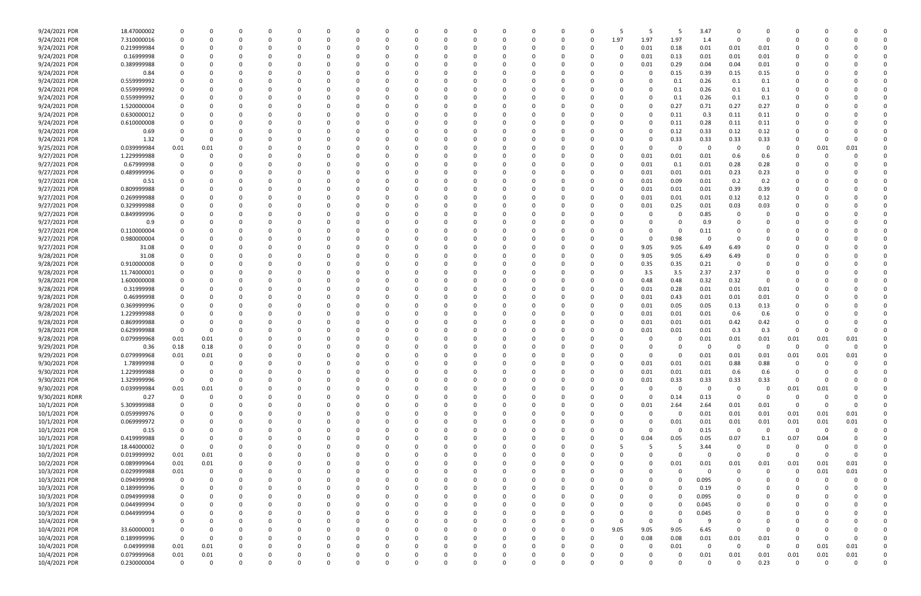| | | | | | | | | | | | | | | | | | | | | | | | | | | |
|---|---|---|---|---|---|---|---|---|---|---|---|---|---|---|---|---|---|---|---|---|---|---|---|---|---|---|
| 9/24/2021 PDR | 18.47000002 | 0 | 0 | 0 | 0 | 0 | 0 | 0 | 0 | 0 | 0 | 0 | 0 | 0 | 0 | 0 | 5 | 5 | 5 | 3.47 | 0 | 0 | 0 | 0 | 0 | 0 |
| 9/24/2021 PDR | 7.310000016 | 0 | 0 | 0 | 0 | 0 | 0 | 0 | 0 | 0 | 0 | 0 | 0 | 0 | 0 | 0 | 1.97 | 1.97 | 1.97 | 1.4 | 0 | 0 | 0 | 0 | 0 | 0 |
| 9/24/2021 PDR | 0.219999984 | 0 | 0 | 0 | 0 | 0 | 0 | 0 | 0 | 0 | 0 | 0 | 0 | 0 | 0 | 0 | 0 | 0.01 | 0.18 | 0.01 | 0.01 | 0.01 | 0 | 0 | 0 | 0 |
| 9/24/2021 PDR | 0.16999998 | 0 | 0 | 0 | 0 | 0 | 0 | 0 | 0 | 0 | 0 | 0 | 0 | 0 | 0 | 0 | 0 | 0.01 | 0.13 | 0.01 | 0.01 | 0.01 | 0 | 0 | 0 | 0 |
| 9/24/2021 PDR | 0.389999988 | 0 | 0 | 0 | 0 | 0 | 0 | 0 | 0 | 0 | 0 | 0 | 0 | 0 | 0 | 0 | 0 | 0.01 | 0.29 | 0.04 | 0.04 | 0.01 | 0 | 0 | 0 | 0 |
| 9/24/2021 PDR | 0.84 | 0 | 0 | 0 | 0 | 0 | 0 | 0 | 0 | 0 | 0 | 0 | 0 | 0 | 0 | 0 | 0 | 0 | 0.15 | 0.39 | 0.15 | 0.15 | 0 | 0 | 0 | 0 |
| 9/24/2021 PDR | 0.559999992 | 0 | 0 | 0 | 0 | 0 | 0 | 0 | 0 | 0 | 0 | 0 | 0 | 0 | 0 | 0 | 0 | 0 | 0.1 | 0.26 | 0.1 | 0.1 | 0 | 0 | 0 | 0 |
| 9/24/2021 PDR | 0.559999992 | 0 | 0 | 0 | 0 | 0 | 0 | 0 | 0 | 0 | 0 | 0 | 0 | 0 | 0 | 0 | 0 | 0 | 0.1 | 0.26 | 0.1 | 0.1 | 0 | 0 | 0 | 0 |
| 9/24/2021 PDR | 0.559999992 | 0 | 0 | 0 | 0 | 0 | 0 | 0 | 0 | 0 | 0 | 0 | 0 | 0 | 0 | 0 | 0 | 0 | 0.1 | 0.26 | 0.1 | 0.1 | 0 | 0 | 0 | 0 |
| 9/24/2021 PDR | 1.520000004 | 0 | 0 | 0 | 0 | 0 | 0 | 0 | 0 | 0 | 0 | 0 | 0 | 0 | 0 | 0 | 0 | 0 | 0.27 | 0.71 | 0.27 | 0.27 | 0 | 0 | 0 | 0 |
| 9/24/2021 PDR | 0.630000012 | 0 | 0 | 0 | 0 | 0 | 0 | 0 | 0 | 0 | 0 | 0 | 0 | 0 | 0 | 0 | 0 | 0 | 0.11 | 0.3 | 0.11 | 0.11 | 0 | 0 | 0 | 0 |
| 9/24/2021 PDR | 0.610000008 | 0 | 0 | 0 | 0 | 0 | 0 | 0 | 0 | 0 | 0 | 0 | 0 | 0 | 0 | 0 | 0 | 0 | 0.11 | 0.28 | 0.11 | 0.11 | 0 | 0 | 0 | 0 |
| 9/24/2021 PDR | 0.69 | 0 | 0 | 0 | 0 | 0 | 0 | 0 | 0 | 0 | 0 | 0 | 0 | 0 | 0 | 0 | 0 | 0 | 0.12 | 0.33 | 0.12 | 0.12 | 0 | 0 | 0 | 0 |
| 9/24/2021 PDR | 1.32 | 0 | 0 | 0 | 0 | 0 | 0 | 0 | 0 | 0 | 0 | 0 | 0 | 0 | 0 | 0 | 0 | 0 | 0.33 | 0.33 | 0.33 | 0.33 | 0 | 0 | 0 | 0 |
| 9/25/2021 PDR | 0.039999984 | 0.01 | 0.01 | 0 | 0 | 0 | 0 | 0 | 0 | 0 | 0 | 0 | 0 | 0 | 0 | 0 | 0 | 0 | 0 | 0 | 0 | 0 | 0 | 0.01 | 0.01 | 0 |
| 9/27/2021 PDR | 1.229999988 | 0 | 0 | 0 | 0 | 0 | 0 | 0 | 0 | 0 | 0 | 0 | 0 | 0 | 0 | 0 | 0 | 0.01 | 0.01 | 0.01 | 0.6 | 0.6 | 0 | 0 | 0 | 0 |
| 9/27/2021 PDR | 0.67999998 | 0 | 0 | 0 | 0 | 0 | 0 | 0 | 0 | 0 | 0 | 0 | 0 | 0 | 0 | 0 | 0 | 0.01 | 0.1 | 0.01 | 0.28 | 0.28 | 0 | 0 | 0 | 0 |
| 9/27/2021 PDR | 0.489999996 | 0 | 0 | 0 | 0 | 0 | 0 | 0 | 0 | 0 | 0 | 0 | 0 | 0 | 0 | 0 | 0 | 0.01 | 0.01 | 0.01 | 0.23 | 0.23 | 0 | 0 | 0 | 0 |
| 9/27/2021 PDR | 0.51 | 0 | 0 | 0 | 0 | 0 | 0 | 0 | 0 | 0 | 0 | 0 | 0 | 0 | 0 | 0 | 0 | 0.01 | 0.09 | 0.01 | 0.2 | 0.2 | 0 | 0 | 0 | 0 |
| 9/27/2021 PDR | 0.809999988 | 0 | 0 | 0 | 0 | 0 | 0 | 0 | 0 | 0 | 0 | 0 | 0 | 0 | 0 | 0 | 0 | 0.01 | 0.01 | 0.01 | 0.39 | 0.39 | 0 | 0 | 0 | 0 |
| 9/27/2021 PDR | 0.269999988 | 0 | 0 | 0 | 0 | 0 | 0 | 0 | 0 | 0 | 0 | 0 | 0 | 0 | 0 | 0 | 0 | 0.01 | 0.01 | 0.01 | 0.12 | 0.12 | 0 | 0 | 0 | 0 |
| 9/27/2021 PDR | 0.329999988 | 0 | 0 | 0 | 0 | 0 | 0 | 0 | 0 | 0 | 0 | 0 | 0 | 0 | 0 | 0 | 0 | 0.01 | 0.25 | 0.01 | 0.03 | 0.03 | 0 | 0 | 0 | 0 |
| 9/27/2021 PDR | 0.849999996 | 0 | 0 | 0 | 0 | 0 | 0 | 0 | 0 | 0 | 0 | 0 | 0 | 0 | 0 | 0 | 0 | 0 | 0 | 0.85 | 0 | 0 | 0 | 0 | 0 | 0 |
| 9/27/2021 PDR | 0.9 | 0 | 0 | 0 | 0 | 0 | 0 | 0 | 0 | 0 | 0 | 0 | 0 | 0 | 0 | 0 | 0 | 0 | 0 | 0.9 | 0 | 0 | 0 | 0 | 0 | 0 |
| 9/27/2021 PDR | 0.110000004 | 0 | 0 | 0 | 0 | 0 | 0 | 0 | 0 | 0 | 0 | 0 | 0 | 0 | 0 | 0 | 0 | 0 | 0 | 0.11 | 0 | 0 | 0 | 0 | 0 | 0 |
| 9/27/2021 PDR | 0.980000004 | 0 | 0 | 0 | 0 | 0 | 0 | 0 | 0 | 0 | 0 | 0 | 0 | 0 | 0 | 0 | 0 | 0 | 0.98 | 0 | 0 | 0 | 0 | 0 | 0 | 0 |
| 9/27/2021 PDR | 31.08 | 0 | 0 | 0 | 0 | 0 | 0 | 0 | 0 | 0 | 0 | 0 | 0 | 0 | 0 | 0 | 0 | 9.05 | 9.05 | 6.49 | 6.49 | 0 | 0 | 0 | 0 | 0 |
| 9/28/2021 PDR | 31.08 | 0 | 0 | 0 | 0 | 0 | 0 | 0 | 0 | 0 | 0 | 0 | 0 | 0 | 0 | 0 | 0 | 9.05 | 9.05 | 6.49 | 6.49 | 0 | 0 | 0 | 0 | 0 |
| 9/28/2021 PDR | 0.910000008 | 0 | 0 | 0 | 0 | 0 | 0 | 0 | 0 | 0 | 0 | 0 | 0 | 0 | 0 | 0 | 0 | 0.35 | 0.35 | 0.21 | 0 | 0 | 0 | 0 | 0 | 0 |
| 9/28/2021 PDR | 11.74000001 | 0 | 0 | 0 | 0 | 0 | 0 | 0 | 0 | 0 | 0 | 0 | 0 | 0 | 0 | 0 | 0 | 3.5 | 3.5 | 2.37 | 2.37 | 0 | 0 | 0 | 0 | 0 |
| 9/28/2021 PDR | 1.600000008 | 0 | 0 | 0 | 0 | 0 | 0 | 0 | 0 | 0 | 0 | 0 | 0 | 0 | 0 | 0 | 0 | 0.48 | 0.48 | 0.32 | 0.32 | 0 | 0 | 0 | 0 | 0 |
| 9/28/2021 PDR | 0.31999998 | 0 | 0 | 0 | 0 | 0 | 0 | 0 | 0 | 0 | 0 | 0 | 0 | 0 | 0 | 0 | 0 | 0.01 | 0.28 | 0.01 | 0.01 | 0.01 | 0 | 0 | 0 | 0 |
| 9/28/2021 PDR | 0.46999998 | 0 | 0 | 0 | 0 | 0 | 0 | 0 | 0 | 0 | 0 | 0 | 0 | 0 | 0 | 0 | 0 | 0.01 | 0.43 | 0.01 | 0.01 | 0.01 | 0 | 0 | 0 | 0 |
| 9/28/2021 PDR | 0.369999996 | 0 | 0 | 0 | 0 | 0 | 0 | 0 | 0 | 0 | 0 | 0 | 0 | 0 | 0 | 0 | 0 | 0.01 | 0.05 | 0.05 | 0.13 | 0.13 | 0 | 0 | 0 | 0 |
| 9/28/2021 PDR | 1.229999988 | 0 | 0 | 0 | 0 | 0 | 0 | 0 | 0 | 0 | 0 | 0 | 0 | 0 | 0 | 0 | 0 | 0.01 | 0.01 | 0.01 | 0.6 | 0.6 | 0 | 0 | 0 | 0 |
| 9/28/2021 PDR | 0.869999988 | 0 | 0 | 0 | 0 | 0 | 0 | 0 | 0 | 0 | 0 | 0 | 0 | 0 | 0 | 0 | 0 | 0.01 | 0.01 | 0.01 | 0.42 | 0.42 | 0 | 0 | 0 | 0 |
| 9/28/2021 PDR | 0.629999988 | 0 | 0 | 0 | 0 | 0 | 0 | 0 | 0 | 0 | 0 | 0 | 0 | 0 | 0 | 0 | 0 | 0.01 | 0.01 | 0.01 | 0.3 | 0.3 | 0 | 0 | 0 | 0 |
| 9/28/2021 PDR | 0.079999968 | 0.01 | 0.01 | 0 | 0 | 0 | 0 | 0 | 0 | 0 | 0 | 0 | 0 | 0 | 0 | 0 | 0 | 0 | 0 | 0.01 | 0.01 | 0.01 | 0.01 | 0.01 | 0.01 | 0 |
| 9/29/2021 PDR | 0.36 | 0.18 | 0.18 | 0 | 0 | 0 | 0 | 0 | 0 | 0 | 0 | 0 | 0 | 0 | 0 | 0 | 0 | 0 | 0 | 0 | 0 | 0 | 0 | 0 | 0 | 0 |
| 9/29/2021 PDR | 0.079999968 | 0.01 | 0.01 | 0 | 0 | 0 | 0 | 0 | 0 | 0 | 0 | 0 | 0 | 0 | 0 | 0 | 0 | 0 | 0 | 0.01 | 0.01 | 0.01 | 0.01 | 0.01 | 0.01 | 0 |
| 9/30/2021 PDR | 1.78999998 | 0 | 0 | 0 | 0 | 0 | 0 | 0 | 0 | 0 | 0 | 0 | 0 | 0 | 0 | 0 | 0 | 0.01 | 0.01 | 0.01 | 0.88 | 0.88 | 0 | 0 | 0 | 0 |
| 9/30/2021 PDR | 1.229999988 | 0 | 0 | 0 | 0 | 0 | 0 | 0 | 0 | 0 | 0 | 0 | 0 | 0 | 0 | 0 | 0 | 0.01 | 0.01 | 0.01 | 0.6 | 0.6 | 0 | 0 | 0 | 0 |
| 9/30/2021 PDR | 1.329999996 | 0 | 0 | 0 | 0 | 0 | 0 | 0 | 0 | 0 | 0 | 0 | 0 | 0 | 0 | 0 | 0 | 0.01 | 0.33 | 0.33 | 0.33 | 0.33 | 0 | 0 | 0 | 0 |
| 9/30/2021 PDR | 0.039999984 | 0.01 | 0.01 | 0 | 0 | 0 | 0 | 0 | 0 | 0 | 0 | 0 | 0 | 0 | 0 | 0 | 0 | 0 | 0 | 0 | 0 | 0 | 0.01 | 0.01 | 0 | 0 |
| 9/30/2021 RDRR | 0.27 | 0 | 0 | 0 | 0 | 0 | 0 | 0 | 0 | 0 | 0 | 0 | 0 | 0 | 0 | 0 | 0 | 0 | 0.14 | 0.13 | 0 | 0 | 0 | 0 | 0 | 0 |
| 10/1/2021 PDR | 5.309999988 | 0 | 0 | 0 | 0 | 0 | 0 | 0 | 0 | 0 | 0 | 0 | 0 | 0 | 0 | 0 | 0 | 0.01 | 2.64 | 2.64 | 0.01 | 0.01 | 0 | 0 | 0 | 0 |
| 10/1/2021 PDR | 0.059999976 | 0 | 0 | 0 | 0 | 0 | 0 | 0 | 0 | 0 | 0 | 0 | 0 | 0 | 0 | 0 | 0 | 0 | 0 | 0.01 | 0.01 | 0.01 | 0.01 | 0.01 | 0.01 | 0 |
| 10/1/2021 PDR | 0.069999972 | 0 | 0 | 0 | 0 | 0 | 0 | 0 | 0 | 0 | 0 | 0 | 0 | 0 | 0 | 0 | 0 | 0 | 0.01 | 0.01 | 0.01 | 0.01 | 0.01 | 0.01 | 0.01 | 0 |
| 10/1/2021 PDR | 0.15 | 0 | 0 | 0 | 0 | 0 | 0 | 0 | 0 | 0 | 0 | 0 | 0 | 0 | 0 | 0 | 0 | 0 | 0 | 0.15 | 0 | 0 | 0 | 0 | 0 | 0 |
| 10/1/2021 PDR | 0.419999988 | 0 | 0 | 0 | 0 | 0 | 0 | 0 | 0 | 0 | 0 | 0 | 0 | 0 | 0 | 0 | 0 | 0.04 | 0.05 | 0.05 | 0.07 | 0.1 | 0.07 | 0.04 | 0 | 0 |
| 10/1/2021 PDR | 18.44000002 | 0 | 0 | 0 | 0 | 0 | 0 | 0 | 0 | 0 | 0 | 0 | 0 | 0 | 0 | 0 | 5 | 5 | 5 | 3.44 | 0 | 0 | 0 | 0 | 0 | 0 |
| 10/2/2021 PDR | 0.01999992 | 0.01 | 0.01 | 0 | 0 | 0 | 0 | 0 | 0 | 0 | 0 | 0 | 0 | 0 | 0 | 0 | 0 | 0 | 0 | 0 | 0 | 0 | 0 | 0 | 0 | 0 |
| 10/2/2021 PDR | 0.089999964 | 0.01 | 0.01 | 0 | 0 | 0 | 0 | 0 | 0 | 0 | 0 | 0 | 0 | 0 | 0 | 0 | 0 | 0 | 0.01 | 0.01 | 0.01 | 0.01 | 0.01 | 0.01 | 0.01 | 0 |
| 10/3/2021 PDR | 0.029999988 | 0.01 | 0 | 0 | 0 | 0 | 0 | 0 | 0 | 0 | 0 | 0 | 0 | 0 | 0 | 0 | 0 | 0 | 0 | 0 | 0 | 0 | 0 | 0.01 | 0.01 | 0 |
| 10/3/2021 PDR | 0.094999998 | 0 | 0 | 0 | 0 | 0 | 0 | 0 | 0 | 0 | 0 | 0 | 0 | 0 | 0 | 0 | 0 | 0 | 0 | 0.095 | 0 | 0 | 0 | 0 | 0 | 0 |
| 10/3/2021 PDR | 0.189999996 | 0 | 0 | 0 | 0 | 0 | 0 | 0 | 0 | 0 | 0 | 0 | 0 | 0 | 0 | 0 | 0 | 0 | 0 | 0.19 | 0 | 0 | 0 | 0 | 0 | 0 |
| 10/3/2021 PDR | 0.094999998 | 0 | 0 | 0 | 0 | 0 | 0 | 0 | 0 | 0 | 0 | 0 | 0 | 0 | 0 | 0 | 0 | 0 | 0 | 0.095 | 0 | 0 | 0 | 0 | 0 | 0 |
| 10/3/2021 PDR | 0.044999994 | 0 | 0 | 0 | 0 | 0 | 0 | 0 | 0 | 0 | 0 | 0 | 0 | 0 | 0 | 0 | 0 | 0 | 0 | 0.045 | 0 | 0 | 0 | 0 | 0 | 0 |
| 10/3/2021 PDR | 0.044999994 | 0 | 0 | 0 | 0 | 0 | 0 | 0 | 0 | 0 | 0 | 0 | 0 | 0 | 0 | 0 | 0 | 0 | 0 | 0.045 | 0 | 0 | 0 | 0 | 0 | 0 |
| 10/4/2021 PDR | 9 | 0 | 0 | 0 | 0 | 0 | 0 | 0 | 0 | 0 | 0 | 0 | 0 | 0 | 0 | 0 | 0 | 0 | 0 | 9 | 0 | 0 | 0 | 0 | 0 | 0 |
| 10/4/2021 PDR | 33.60000001 | 0 | 0 | 0 | 0 | 0 | 0 | 0 | 0 | 0 | 0 | 0 | 0 | 0 | 0 | 0 | 9.05 | 9.05 | 9.05 | 6.45 | 0 | 0 | 0 | 0 | 0 | 0 |
| 10/4/2021 PDR | 0.189999996 | 0 | 0 | 0 | 0 | 0 | 0 | 0 | 0 | 0 | 0 | 0 | 0 | 0 | 0 | 0 | 0 | 0.08 | 0.08 | 0.01 | 0.01 | 0.01 | 0 | 0 | 0 | 0 |
| 10/4/2021 PDR | 0.04999998 | 0.01 | 0.01 | 0 | 0 | 0 | 0 | 0 | 0 | 0 | 0 | 0 | 0 | 0 | 0 | 0 | 0 | 0 | 0.01 | 0 | 0 | 0 | 0 | 0.01 | 0.01 | 0 |
| 10/4/2021 PDR | 0.079999968 | 0.01 | 0.01 | 0 | 0 | 0 | 0 | 0 | 0 | 0 | 0 | 0 | 0 | 0 | 0 | 0 | 0 | 0 | 0 | 0.01 | 0.01 | 0.01 | 0.01 | 0.01 | 0.01 | 0 |
| 10/4/2021 PDR | 0.230000004 | 0 | 0 | 0 | 0 | 0 | 0 | 0 | 0 | 0 | 0 | 0 | 0 | 0 | 0 | 0 | 0 | 0 | 0 | 0 | 0 | 0.23 | 0 | 0 | 0 | 0 |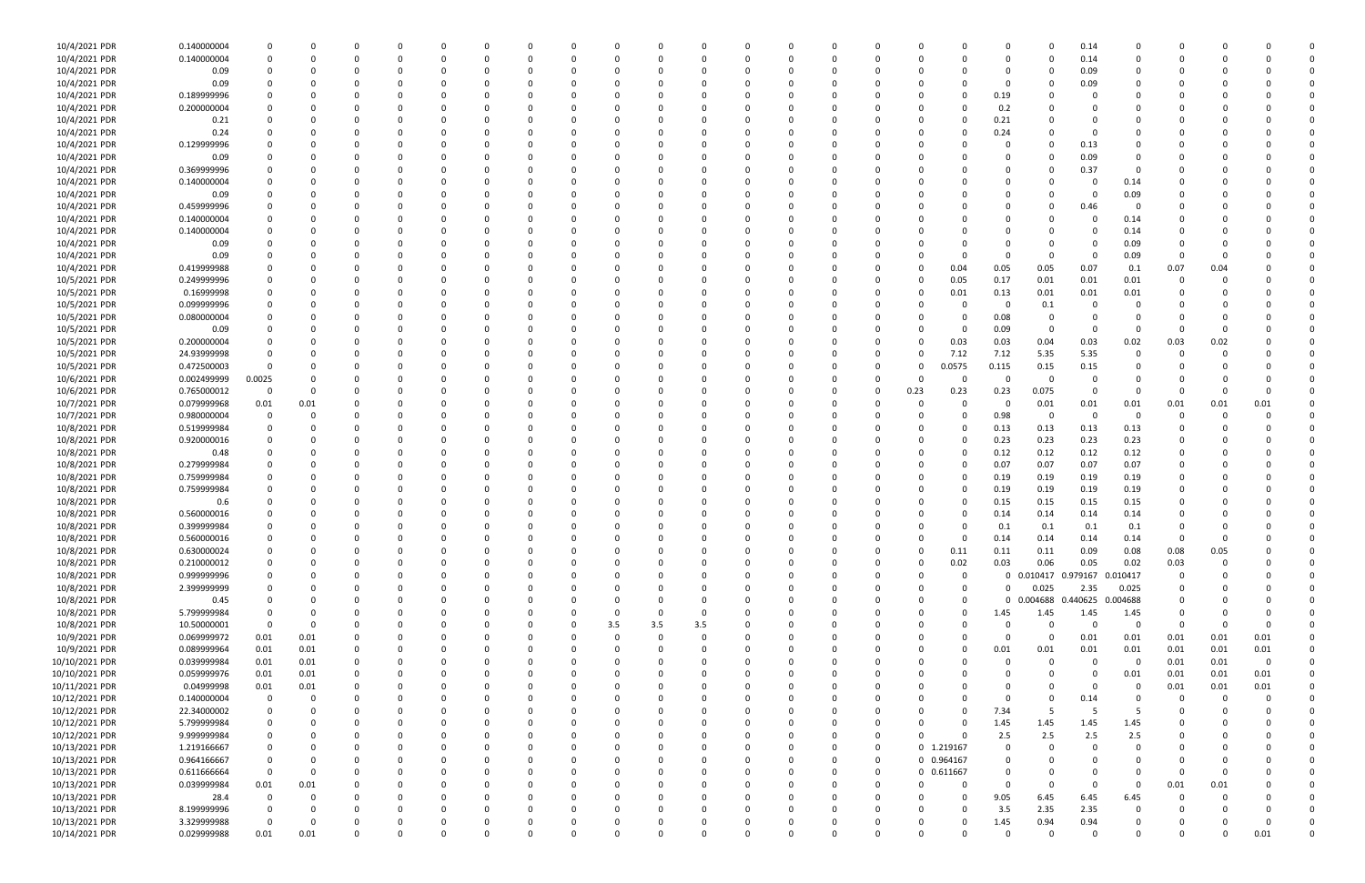| | | | | | | | | | | | | | | | | | | | | | | | | | | | | | |
|---|---|---|---|---|---|---|---|---|---|---|---|---|---|---|---|---|---|---|---|---|---|---|---|---|---|---|---|---|---|
| 10/4/2021 PDR | 0.140000004 | 0 | 0 | 0 | 0 | 0 | 0 | 0 | 0 | 0 | 0 | 0 | 0 | 0 | 0 | 0 | 0 | 0 | 0 | 0 | 0 | 0 | 0 | 0 | 0.14 | 0 | 0 | 0 | 0 | 0 |
| 10/4/2021 PDR | 0.140000004 | 0 | 0 | 0 | 0 | 0 | 0 | 0 | 0 | 0 | 0 | 0 | 0 | 0 | 0 | 0 | 0 | 0 | 0 | 0 | 0 | 0 | 0 | 0 | 0.14 | 0 | 0 | 0 | 0 | 0 |
| 10/4/2021 PDR | 0.09 | 0 | 0 | 0 | 0 | 0 | 0 | 0 | 0 | 0 | 0 | 0 | 0 | 0 | 0 | 0 | 0 | 0 | 0 | 0 | 0 | 0 | 0 | 0 | 0.09 | 0 | 0 | 0 | 0 | 0 |
| 10/4/2021 PDR | 0.09 | 0 | 0 | 0 | 0 | 0 | 0 | 0 | 0 | 0 | 0 | 0 | 0 | 0 | 0 | 0 | 0 | 0 | 0 | 0 | 0 | 0 | 0 | 0 | 0.09 | 0 | 0 | 0 | 0 | 0 |
| 10/4/2021 PDR | 0.189999996 | 0 | 0 | 0 | 0 | 0 | 0 | 0 | 0 | 0 | 0 | 0 | 0 | 0 | 0 | 0 | 0 | 0 | 0 | 0 | 0 | 0.19 | 0 | 0 | 0 | 0 | 0 | 0 | 0 | 0 |
| 10/4/2021 PDR | 0.200000004 | 0 | 0 | 0 | 0 | 0 | 0 | 0 | 0 | 0 | 0 | 0 | 0 | 0 | 0 | 0 | 0 | 0 | 0 | 0 | 0 | 0.2 | 0 | 0 | 0 | 0 | 0 | 0 | 0 | 0 |
| 10/4/2021 PDR | 0.21 | 0 | 0 | 0 | 0 | 0 | 0 | 0 | 0 | 0 | 0 | 0 | 0 | 0 | 0 | 0 | 0 | 0 | 0 | 0 | 0 | 0.21 | 0 | 0 | 0 | 0 | 0 | 0 | 0 | 0 |
| 10/4/2021 PDR | 0.24 | 0 | 0 | 0 | 0 | 0 | 0 | 0 | 0 | 0 | 0 | 0 | 0 | 0 | 0 | 0 | 0 | 0 | 0 | 0 | 0 | 0.24 | 0 | 0 | 0 | 0 | 0 | 0 | 0 | 0 |
| 10/4/2021 PDR | 0.129999996 | 0 | 0 | 0 | 0 | 0 | 0 | 0 | 0 | 0 | 0 | 0 | 0 | 0 | 0 | 0 | 0 | 0 | 0 | 0 | 0 | 0 | 0 | 0.13 | 0 | 0 | 0 | 0 | 0 | 0 |
| 10/4/2021 PDR | 0.09 | 0 | 0 | 0 | 0 | 0 | 0 | 0 | 0 | 0 | 0 | 0 | 0 | 0 | 0 | 0 | 0 | 0 | 0 | 0 | 0 | 0 | 0 | 0.09 | 0 | 0 | 0 | 0 | 0 | 0 |
| 10/4/2021 PDR | 0.369999996 | 0 | 0 | 0 | 0 | 0 | 0 | 0 | 0 | 0 | 0 | 0 | 0 | 0 | 0 | 0 | 0 | 0 | 0 | 0 | 0 | 0 | 0 | 0.37 | 0 | 0 | 0 | 0 | 0 | 0 |
| 10/4/2021 PDR | 0.140000004 | 0 | 0 | 0 | 0 | 0 | 0 | 0 | 0 | 0 | 0 | 0 | 0 | 0 | 0 | 0 | 0 | 0 | 0 | 0 | 0 | 0 | 0 | 0 | 0.14 | 0 | 0 | 0 | 0 | 0 |
| 10/4/2021 PDR | 0.09 | 0 | 0 | 0 | 0 | 0 | 0 | 0 | 0 | 0 | 0 | 0 | 0 | 0 | 0 | 0 | 0 | 0 | 0 | 0 | 0 | 0 | 0 | 0 | 0.09 | 0 | 0 | 0 | 0 | 0 |
| 10/4/2021 PDR | 0.459999996 | 0 | 0 | 0 | 0 | 0 | 0 | 0 | 0 | 0 | 0 | 0 | 0 | 0 | 0 | 0 | 0 | 0 | 0 | 0 | 0 | 0 | 0 | 0.46 | 0 | 0 | 0 | 0 | 0 | 0 |
| 10/4/2021 PDR | 0.140000004 | 0 | 0 | 0 | 0 | 0 | 0 | 0 | 0 | 0 | 0 | 0 | 0 | 0 | 0 | 0 | 0 | 0 | 0 | 0 | 0 | 0 | 0 | 0 | 0.14 | 0 | 0 | 0 | 0 | 0 |
| 10/4/2021 PDR | 0.140000004 | 0 | 0 | 0 | 0 | 0 | 0 | 0 | 0 | 0 | 0 | 0 | 0 | 0 | 0 | 0 | 0 | 0 | 0 | 0 | 0 | 0 | 0 | 0 | 0.14 | 0 | 0 | 0 | 0 | 0 |
| 10/4/2021 PDR | 0.09 | 0 | 0 | 0 | 0 | 0 | 0 | 0 | 0 | 0 | 0 | 0 | 0 | 0 | 0 | 0 | 0 | 0 | 0 | 0 | 0 | 0 | 0 | 0 | 0.09 | 0 | 0 | 0 | 0 | 0 |
| 10/4/2021 PDR | 0.09 | 0 | 0 | 0 | 0 | 0 | 0 | 0 | 0 | 0 | 0 | 0 | 0 | 0 | 0 | 0 | 0 | 0 | 0 | 0 | 0 | 0 | 0 | 0 | 0.09 | 0 | 0 | 0 | 0 | 0 |
| 10/4/2021 PDR | 0.419999988 | 0 | 0 | 0 | 0 | 0 | 0 | 0 | 0 | 0 | 0 | 0 | 0 | 0 | 0 | 0 | 0 | 0 | 0 | 0 | 0.04 | 0.05 | 0.05 | 0.07 | 0.1 | 0.07 | 0.04 | 0 | 0 | 0 |
| 10/5/2021 PDR | 0.249999996 | 0 | 0 | 0 | 0 | 0 | 0 | 0 | 0 | 0 | 0 | 0 | 0 | 0 | 0 | 0 | 0 | 0 | 0 | 0 | 0.05 | 0.17 | 0.01 | 0.01 | 0.01 | 0 | 0 | 0 | 0 | 0 |
| 10/5/2021 PDR | 0.16999998 | 0 | 0 | 0 | 0 | 0 | 0 | 0 | 0 | 0 | 0 | 0 | 0 | 0 | 0 | 0 | 0 | 0 | 0 | 0 | 0.01 | 0.13 | 0.01 | 0.01 | 0.01 | 0 | 0 | 0 | 0 | 0 |
| 10/5/2021 PDR | 0.09999996 | 0 | 0 | 0 | 0 | 0 | 0 | 0 | 0 | 0 | 0 | 0 | 0 | 0 | 0 | 0 | 0 | 0 | 0 | 0 | 0 | 0 | 0.1 | 0 | 0 | 0 | 0 | 0 | 0 | 0 |
| 10/5/2021 PDR | 0.080000004 | 0 | 0 | 0 | 0 | 0 | 0 | 0 | 0 | 0 | 0 | 0 | 0 | 0 | 0 | 0 | 0 | 0 | 0 | 0 | 0 | 0.08 | 0 | 0 | 0 | 0 | 0 | 0 | 0 | 0 |
| 10/5/2021 PDR | 0.09 | 0 | 0 | 0 | 0 | 0 | 0 | 0 | 0 | 0 | 0 | 0 | 0 | 0 | 0 | 0 | 0 | 0 | 0 | 0 | 0 | 0.09 | 0 | 0 | 0 | 0 | 0 | 0 | 0 | 0 |
| 10/5/2021 PDR | 0.200000004 | 0 | 0 | 0 | 0 | 0 | 0 | 0 | 0 | 0 | 0 | 0 | 0 | 0 | 0 | 0 | 0 | 0 | 0 | 0 | 0.03 | 0.03 | 0.04 | 0.03 | 0.02 | 0.03 | 0.02 | 0 | 0 | 0 |
| 10/5/2021 PDR | 24.93999998 | 0 | 0 | 0 | 0 | 0 | 0 | 0 | 0 | 0 | 0 | 0 | 0 | 0 | 0 | 0 | 0 | 0 | 0 | 0 | 7.12 | 7.12 | 5.35 | 5.35 | 0 | 0 | 0 | 0 | 0 | 0 |
| 10/5/2021 PDR | 0.472500003 | 0 | 0 | 0 | 0 | 0 | 0 | 0 | 0 | 0 | 0 | 0 | 0 | 0 | 0 | 0 | 0 | 0 | 0 | 0 | 0.0575 | 0.115 | 0.15 | 0.15 | 0 | 0 | 0 | 0 | 0 | 0 |
| 10/6/2021 PDR | 0.002499999 | 0.0025 | 0 | 0 | 0 | 0 | 0 | 0 | 0 | 0 | 0 | 0 | 0 | 0 | 0 | 0 | 0 | 0 | 0 | 0 | 0 | 0 | 0 | 0 | 0 | 0 | 0 | 0 | 0 | 0 |
| 10/6/2021 PDR | 0.765000012 | 0 | 0 | 0 | 0 | 0 | 0 | 0 | 0 | 0 | 0 | 0 | 0 | 0 | 0 | 0 | 0 | 0 | 0 | 0.23 | 0.23 | 0.23 | 0.075 | 0 | 0 | 0 | 0 | 0 | 0 | 0 |
| 10/7/2021 PDR | 0.079999968 | 0.01 | 0.01 | 0 | 0 | 0 | 0 | 0 | 0 | 0 | 0 | 0 | 0 | 0 | 0 | 0 | 0 | 0 | 0 | 0 | 0 | 0 | 0.01 | 0.01 | 0.01 | 0.01 | 0.01 | 0.01 | 0 | 0 |
| 10/7/2021 PDR | 0.980000004 | 0 | 0 | 0 | 0 | 0 | 0 | 0 | 0 | 0 | 0 | 0 | 0 | 0 | 0 | 0 | 0 | 0 | 0 | 0 | 0 | 0.98 | 0 | 0 | 0 | 0 | 0 | 0 | 0 | 0 |
| 10/8/2021 PDR | 0.519999984 | 0 | 0 | 0 | 0 | 0 | 0 | 0 | 0 | 0 | 0 | 0 | 0 | 0 | 0 | 0 | 0 | 0 | 0 | 0 | 0 | 0.13 | 0.13 | 0.13 | 0.13 | 0 | 0 | 0 | 0 | 0 |
| 10/8/2021 PDR | 0.920000016 | 0 | 0 | 0 | 0 | 0 | 0 | 0 | 0 | 0 | 0 | 0 | 0 | 0 | 0 | 0 | 0 | 0 | 0 | 0 | 0 | 0.23 | 0.23 | 0.23 | 0.23 | 0 | 0 | 0 | 0 | 0 |
| 10/8/2021 PDR | 0.48 | 0 | 0 | 0 | 0 | 0 | 0 | 0 | 0 | 0 | 0 | 0 | 0 | 0 | 0 | 0 | 0 | 0 | 0 | 0 | 0 | 0.12 | 0.12 | 0.12 | 0.12 | 0 | 0 | 0 | 0 | 0 |
| 10/8/2021 PDR | 0.279999984 | 0 | 0 | 0 | 0 | 0 | 0 | 0 | 0 | 0 | 0 | 0 | 0 | 0 | 0 | 0 | 0 | 0 | 0 | 0 | 0 | 0.07 | 0.07 | 0.07 | 0.07 | 0 | 0 | 0 | 0 | 0 |
| 10/8/2021 PDR | 0.759999984 | 0 | 0 | 0 | 0 | 0 | 0 | 0 | 0 | 0 | 0 | 0 | 0 | 0 | 0 | 0 | 0 | 0 | 0 | 0 | 0 | 0.19 | 0.19 | 0.19 | 0.19 | 0 | 0 | 0 | 0 | 0 |
| 10/8/2021 PDR | 0.759999984 | 0 | 0 | 0 | 0 | 0 | 0 | 0 | 0 | 0 | 0 | 0 | 0 | 0 | 0 | 0 | 0 | 0 | 0 | 0 | 0 | 0.19 | 0.19 | 0.19 | 0.19 | 0 | 0 | 0 | 0 | 0 |
| 10/8/2021 PDR | 0.6 | 0 | 0 | 0 | 0 | 0 | 0 | 0 | 0 | 0 | 0 | 0 | 0 | 0 | 0 | 0 | 0 | 0 | 0 | 0 | 0 | 0.15 | 0.15 | 0.15 | 0.15 | 0 | 0 | 0 | 0 | 0 |
| 10/8/2021 PDR | 0.560000016 | 0 | 0 | 0 | 0 | 0 | 0 | 0 | 0 | 0 | 0 | 0 | 0 | 0 | 0 | 0 | 0 | 0 | 0 | 0 | 0 | 0.14 | 0.14 | 0.14 | 0.14 | 0 | 0 | 0 | 0 | 0 |
| 10/8/2021 PDR | 0.399999984 | 0 | 0 | 0 | 0 | 0 | 0 | 0 | 0 | 0 | 0 | 0 | 0 | 0 | 0 | 0 | 0 | 0 | 0 | 0 | 0 | 0.1 | 0.1 | 0.1 | 0.1 | 0 | 0 | 0 | 0 | 0 |
| 10/8/2021 PDR | 0.560000016 | 0 | 0 | 0 | 0 | 0 | 0 | 0 | 0 | 0 | 0 | 0 | 0 | 0 | 0 | 0 | 0 | 0 | 0 | 0 | 0 | 0.14 | 0.14 | 0.14 | 0.14 | 0 | 0 | 0 | 0 | 0 |
| 10/8/2021 PDR | 0.630000024 | 0 | 0 | 0 | 0 | 0 | 0 | 0 | 0 | 0 | 0 | 0 | 0 | 0 | 0 | 0 | 0 | 0 | 0 | 0 | 0.11 | 0.11 | 0.11 | 0.09 | 0.08 | 0.08 | 0.05 | 0 | 0 | 0 |
| 10/8/2021 PDR | 0.210000012 | 0 | 0 | 0 | 0 | 0 | 0 | 0 | 0 | 0 | 0 | 0 | 0 | 0 | 0 | 0 | 0 | 0 | 0 | 0 | 0.02 | 0.03 | 0.06 | 0.05 | 0.02 | 0.03 | 0 | 0 | 0 | 0 |
| 10/8/2021 PDR | 0.999999996 | 0 | 0 | 0 | 0 | 0 | 0 | 0 | 0 | 0 | 0 | 0 | 0 | 0 | 0 | 0 | 0 | 0 | 0 | 0 | 0 | 0 | 0.010417 | 0.979167 | 0.010417 | 0 | 0 | 0 | 0 | 0 |
| 10/8/2021 PDR | 2.399999999 | 0 | 0 | 0 | 0 | 0 | 0 | 0 | 0 | 0 | 0 | 0 | 0 | 0 | 0 | 0 | 0 | 0 | 0 | 0 | 0 | 0 | 0.025 | 2.35 | 0.025 | 0 | 0 | 0 | 0 | 0 |
| 10/8/2021 PDR | 0.45 | 0 | 0 | 0 | 0 | 0 | 0 | 0 | 0 | 0 | 0 | 0 | 0 | 0 | 0 | 0 | 0 | 0 | 0 | 0 | 0 | 0 | 0.004688 | 0.440625 | 0.004688 | 0 | 0 | 0 | 0 | 0 |
| 10/8/2021 PDR | 5.799999984 | 0 | 0 | 0 | 0 | 0 | 0 | 0 | 0 | 0 | 0 | 0 | 0 | 0 | 0 | 0 | 0 | 0 | 0 | 0 | 0 | 1.45 | 1.45 | 1.45 | 1.45 | 0 | 0 | 0 | 0 | 0 |
| 10/8/2021 PDR | 10.50000001 | 0 | 0 | 0 | 0 | 0 | 0 | 0 | 0 | 0 | 0 | 3.5 | 3.5 | 3.5 | 0 | 0 | 0 | 0 | 0 | 0 | 0 | 0 | 0 | 0 | 0 | 0 | 0 | 0 | 0 | 0 |
| 10/9/2021 PDR | 0.069999972 | 0.01 | 0.01 | 0 | 0 | 0 | 0 | 0 | 0 | 0 | 0 | 0 | 0 | 0 | 0 | 0 | 0 | 0 | 0 | 0 | 0 | 0 | 0 | 0.01 | 0.01 | 0.01 | 0.01 | 0.01 | 0 | 0 |
| 10/9/2021 PDR | 0.089999964 | 0.01 | 0.01 | 0 | 0 | 0 | 0 | 0 | 0 | 0 | 0 | 0 | 0 | 0 | 0 | 0 | 0 | 0 | 0 | 0 | 0 | 0.01 | 0.01 | 0.01 | 0.01 | 0.01 | 0.01 | 0.01 | 0 | 0 |
| 10/10/2021 PDR | 0.039999984 | 0.01 | 0.01 | 0 | 0 | 0 | 0 | 0 | 0 | 0 | 0 | 0 | 0 | 0 | 0 | 0 | 0 | 0 | 0 | 0 | 0 | 0 | 0 | 0 | 0 | 0.01 | 0.01 | 0 | 0 | 0 |
| 10/10/2021 PDR | 0.059999976 | 0.01 | 0.01 | 0 | 0 | 0 | 0 | 0 | 0 | 0 | 0 | 0 | 0 | 0 | 0 | 0 | 0 | 0 | 0 | 0 | 0 | 0 | 0 | 0 | 0.01 | 0.01 | 0.01 | 0.01 | 0 | 0 |
| 10/11/2021 PDR | 0.04999998 | 0.01 | 0.01 | 0 | 0 | 0 | 0 | 0 | 0 | 0 | 0 | 0 | 0 | 0 | 0 | 0 | 0 | 0 | 0 | 0 | 0 | 0 | 0 | 0 | 0 | 0.01 | 0.01 | 0.01 | 0 | 0 |
| 10/12/2021 PDR | 0.140000004 | 0 | 0 | 0 | 0 | 0 | 0 | 0 | 0 | 0 | 0 | 0 | 0 | 0 | 0 | 0 | 0 | 0 | 0 | 0 | 0 | 0 | 0 | 0.14 | 0 | 0 | 0 | 0 | 0 | 0 |
| 10/12/2021 PDR | 22.34000002 | 0 | 0 | 0 | 0 | 0 | 0 | 0 | 0 | 0 | 0 | 0 | 0 | 0 | 0 | 0 | 0 | 0 | 0 | 0 | 0 | 7.34 | 5 | 5 | 5 | 0 | 0 | 0 | 0 | 0 |
| 10/12/2021 PDR | 5.799999984 | 0 | 0 | 0 | 0 | 0 | 0 | 0 | 0 | 0 | 0 | 0 | 0 | 0 | 0 | 0 | 0 | 0 | 0 | 0 | 0 | 1.45 | 1.45 | 1.45 | 1.45 | 0 | 0 | 0 | 0 | 0 |
| 10/12/2021 PDR | 9.999999984 | 0 | 0 | 0 | 0 | 0 | 0 | 0 | 0 | 0 | 0 | 0 | 0 | 0 | 0 | 0 | 0 | 0 | 0 | 0 | 0 | 2.5 | 2.5 | 2.5 | 2.5 | 0 | 0 | 0 | 0 | 0 |
| 10/13/2021 PDR | 1.219166667 | 0 | 0 | 0 | 0 | 0 | 0 | 0 | 0 | 0 | 0 | 0 | 0 | 0 | 0 | 0 | 0 | 0 | 0 | 0 | 1.219167 | 0 | 0 | 0 | 0 | 0 | 0 | 0 | 0 | 0 |
| 10/13/2021 PDR | 0.964166667 | 0 | 0 | 0 | 0 | 0 | 0 | 0 | 0 | 0 | 0 | 0 | 0 | 0 | 0 | 0 | 0 | 0 | 0 | 0 | 0.964167 | 0 | 0 | 0 | 0 | 0 | 0 | 0 | 0 | 0 |
| 10/13/2021 PDR | 0.611666664 | 0 | 0 | 0 | 0 | 0 | 0 | 0 | 0 | 0 | 0 | 0 | 0 | 0 | 0 | 0 | 0 | 0 | 0 | 0 | 0.611667 | 0 | 0 | 0 | 0 | 0 | 0 | 0 | 0 | 0 |
| 10/13/2021 PDR | 0.039999984 | 0.01 | 0.01 | 0 | 0 | 0 | 0 | 0 | 0 | 0 | 0 | 0 | 0 | 0 | 0 | 0 | 0 | 0 | 0 | 0 | 0 | 0 | 0 | 0 | 0 | 0.01 | 0.01 | 0 | 0 | 0 |
| 10/13/2021 PDR | 28.4 | 0 | 0 | 0 | 0 | 0 | 0 | 0 | 0 | 0 | 0 | 0 | 0 | 0 | 0 | 0 | 0 | 0 | 0 | 0 | 0 | 9.05 | 6.45 | 6.45 | 6.45 | 0 | 0 | 0 | 0 | 0 |
| 10/13/2021 PDR | 8.199999996 | 0 | 0 | 0 | 0 | 0 | 0 | 0 | 0 | 0 | 0 | 0 | 0 | 0 | 0 | 0 | 0 | 0 | 0 | 0 | 0 | 3.5 | 2.35 | 2.35 | 0 | 0 | 0 | 0 | 0 | 0 |
| 10/13/2021 PDR | 3.329999988 | 0 | 0 | 0 | 0 | 0 | 0 | 0 | 0 | 0 | 0 | 0 | 0 | 0 | 0 | 0 | 0 | 0 | 0 | 0 | 0 | 1.45 | 0.94 | 0.94 | 0 | 0 | 0 | 0 | 0 | 0 |
| 10/14/2021 PDR | 0.029999988 | 0.01 | 0.01 | 0 | 0 | 0 | 0 | 0 | 0 | 0 | 0 | 0 | 0 | 0 | 0 | 0 | 0 | 0 | 0 | 0 | 0 | 0 | 0 | 0 | 0 | 0 | 0 | 0.01 | 0 | 0 |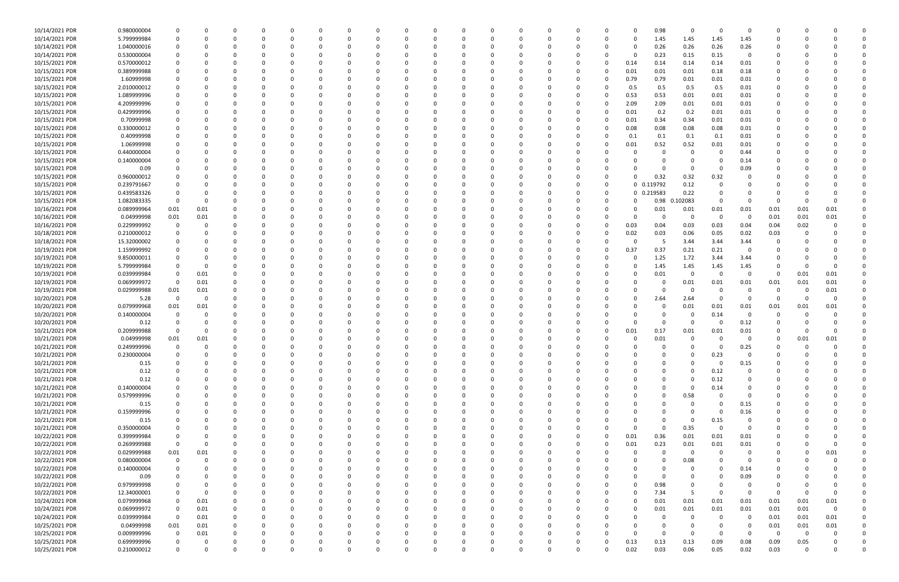| | | | | | | | | | | | | | | | | | | | | | | | | | | | |
|---|---|---|---|---|---|---|---|---|---|---|---|---|---|---|---|---|---|---|---|---|---|---|---|---|---|---|---|
| 10/14/2021 PDR | 0.980000004 | 0 | 0 | 0 | 0 | 0 | 0 | 0 | 0 | 0 | 0 | 0 | 0 | 0 | 0 | 0 | 0 | 0 | 0 | 0.98 | 0 | 0 | 0 | 0 | 0 | 0 | 0 |
| 10/14/2021 PDR | 5.799999984 | 0 | 0 | 0 | 0 | 0 | 0 | 0 | 0 | 0 | 0 | 0 | 0 | 0 | 0 | 0 | 0 | 0 | 0 | 1.45 | 1.45 | 1.45 | 1.45 | 0 | 0 | 0 | 0 |
| 10/14/2021 PDR | 1.040000016 | 0 | 0 | 0 | 0 | 0 | 0 | 0 | 0 | 0 | 0 | 0 | 0 | 0 | 0 | 0 | 0 | 0 | 0 | 0.26 | 0.26 | 0.26 | 0.26 | 0 | 0 | 0 | 0 |
| 10/14/2021 PDR | 0.530000004 | 0 | 0 | 0 | 0 | 0 | 0 | 0 | 0 | 0 | 0 | 0 | 0 | 0 | 0 | 0 | 0 | 0 | 0 | 0.23 | 0.15 | 0.15 | 0 | 0 | 0 | 0 | 0 |
| 10/15/2021 PDR | 0.570000012 | 0 | 0 | 0 | 0 | 0 | 0 | 0 | 0 | 0 | 0 | 0 | 0 | 0 | 0 | 0 | 0 | 0 | 0.14 | 0.14 | 0.14 | 0.14 | 0.01 | 0 | 0 | 0 | 0 |
| 10/15/2021 PDR | 0.389999988 | 0 | 0 | 0 | 0 | 0 | 0 | 0 | 0 | 0 | 0 | 0 | 0 | 0 | 0 | 0 | 0 | 0 | 0.01 | 0.01 | 0.01 | 0.18 | 0.18 | 0 | 0 | 0 | 0 |
| 10/15/2021 PDR | 1.60999998 | 0 | 0 | 0 | 0 | 0 | 0 | 0 | 0 | 0 | 0 | 0 | 0 | 0 | 0 | 0 | 0 | 0 | 0.79 | 0.79 | 0.01 | 0.01 | 0.01 | 0 | 0 | 0 | 0 |
| 10/15/2021 PDR | 2.010000012 | 0 | 0 | 0 | 0 | 0 | 0 | 0 | 0 | 0 | 0 | 0 | 0 | 0 | 0 | 0 | 0 | 0 | 0.5 | 0.5 | 0.5 | 0.5 | 0.01 | 0 | 0 | 0 | 0 |
| 10/15/2021 PDR | 1.089999996 | 0 | 0 | 0 | 0 | 0 | 0 | 0 | 0 | 0 | 0 | 0 | 0 | 0 | 0 | 0 | 0 | 0 | 0.53 | 0.53 | 0.01 | 0.01 | 0.01 | 0 | 0 | 0 | 0 |
| 10/15/2021 PDR | 4.209999996 | 0 | 0 | 0 | 0 | 0 | 0 | 0 | 0 | 0 | 0 | 0 | 0 | 0 | 0 | 0 | 0 | 0 | 2.09 | 2.09 | 0.01 | 0.01 | 0.01 | 0 | 0 | 0 | 0 |
| 10/15/2021 PDR | 0.429999996 | 0 | 0 | 0 | 0 | 0 | 0 | 0 | 0 | 0 | 0 | 0 | 0 | 0 | 0 | 0 | 0 | 0 | 0.01 | 0.2 | 0.2 | 0.01 | 0.01 | 0 | 0 | 0 | 0 |
| 10/15/2021 PDR | 0.70999998 | 0 | 0 | 0 | 0 | 0 | 0 | 0 | 0 | 0 | 0 | 0 | 0 | 0 | 0 | 0 | 0 | 0 | 0.01 | 0.34 | 0.34 | 0.01 | 0.01 | 0 | 0 | 0 | 0 |
| 10/15/2021 PDR | 0.330000012 | 0 | 0 | 0 | 0 | 0 | 0 | 0 | 0 | 0 | 0 | 0 | 0 | 0 | 0 | 0 | 0 | 0 | 0.08 | 0.08 | 0.08 | 0.08 | 0.01 | 0 | 0 | 0 | 0 |
| 10/15/2021 PDR | 0.40999998 | 0 | 0 | 0 | 0 | 0 | 0 | 0 | 0 | 0 | 0 | 0 | 0 | 0 | 0 | 0 | 0 | 0 | 0.1 | 0.1 | 0.1 | 0.1 | 0.01 | 0 | 0 | 0 | 0 |
| 10/15/2021 PDR | 1.06999998 | 0 | 0 | 0 | 0 | 0 | 0 | 0 | 0 | 0 | 0 | 0 | 0 | 0 | 0 | 0 | 0 | 0 | 0.01 | 0.52 | 0.52 | 0.01 | 0.01 | 0 | 0 | 0 | 0 |
| 10/15/2021 PDR | 0.440000004 | 0 | 0 | 0 | 0 | 0 | 0 | 0 | 0 | 0 | 0 | 0 | 0 | 0 | 0 | 0 | 0 | 0 | 0 | 0 | 0 | 0 | 0.44 | 0 | 0 | 0 | 0 |
| 10/15/2021 PDR | 0.140000004 | 0 | 0 | 0 | 0 | 0 | 0 | 0 | 0 | 0 | 0 | 0 | 0 | 0 | 0 | 0 | 0 | 0 | 0 | 0 | 0 | 0 | 0.14 | 0 | 0 | 0 | 0 |
| 10/15/2021 PDR | 0.09 | 0 | 0 | 0 | 0 | 0 | 0 | 0 | 0 | 0 | 0 | 0 | 0 | 0 | 0 | 0 | 0 | 0 | 0 | 0 | 0 | 0 | 0.09 | 0 | 0 | 0 | 0 |
| 10/15/2021 PDR | 0.960000012 | 0 | 0 | 0 | 0 | 0 | 0 | 0 | 0 | 0 | 0 | 0 | 0 | 0 | 0 | 0 | 0 | 0 | 0 | 0.32 | 0.32 | 0.32 | 0 | 0 | 0 | 0 | 0 |
| 10/15/2021 PDR | 0.239791667 | 0 | 0 | 0 | 0 | 0 | 0 | 0 | 0 | 0 | 0 | 0 | 0 | 0 | 0 | 0 | 0 | 0 | 0 | 0.119792 | 0.12 | 0 | 0 | 0 | 0 | 0 | 0 |
| 10/15/2021 PDR | 0.439583326 | 0 | 0 | 0 | 0 | 0 | 0 | 0 | 0 | 0 | 0 | 0 | 0 | 0 | 0 | 0 | 0 | 0 | 0 | 0.219583 | 0.22 | 0 | 0 | 0 | 0 | 0 | 0 |
| 10/15/2021 PDR | 1.082083335 | 0 | 0 | 0 | 0 | 0 | 0 | 0 | 0 | 0 | 0 | 0 | 0 | 0 | 0 | 0 | 0 | 0 | 0 | 0.98 | 0.102083 | 0 | 0 | 0 | 0 | 0 | 0 |
| 10/16/2021 PDR | 0.089999964 | 0.01 | 0.01 | 0 | 0 | 0 | 0 | 0 | 0 | 0 | 0 | 0 | 0 | 0 | 0 | 0 | 0 | 0 | 0 | 0.01 | 0.01 | 0.01 | 0.01 | 0.01 | 0.01 | 0.01 | 0 |
| 10/16/2021 PDR | 0.04999998 | 0.01 | 0.01 | 0 | 0 | 0 | 0 | 0 | 0 | 0 | 0 | 0 | 0 | 0 | 0 | 0 | 0 | 0 | 0 | 0 | 0 | 0 | 0 | 0.01 | 0.01 | 0.01 | 0 |
| 10/16/2021 PDR | 0.229999992 | 0 | 0 | 0 | 0 | 0 | 0 | 0 | 0 | 0 | 0 | 0 | 0 | 0 | 0 | 0 | 0 | 0 | 0.03 | 0.04 | 0.03 | 0.03 | 0.04 | 0.04 | 0.02 | 0 | 0 |
| 10/18/2021 PDR | 0.210000012 | 0 | 0 | 0 | 0 | 0 | 0 | 0 | 0 | 0 | 0 | 0 | 0 | 0 | 0 | 0 | 0 | 0 | 0.02 | 0.03 | 0.06 | 0.05 | 0.02 | 0.03 | 0 | 0 | 0 |
| 10/18/2021 PDR | 15.32000002 | 0 | 0 | 0 | 0 | 0 | 0 | 0 | 0 | 0 | 0 | 0 | 0 | 0 | 0 | 0 | 0 | 0 | 0 | 5 | 3.44 | 3.44 | 3.44 | 0 | 0 | 0 | 0 |
| 10/19/2021 PDR | 1.159999992 | 0 | 0 | 0 | 0 | 0 | 0 | 0 | 0 | 0 | 0 | 0 | 0 | 0 | 0 | 0 | 0 | 0 | 0.37 | 0.37 | 0.21 | 0.21 | 0 | 0 | 0 | 0 | 0 |
| 10/19/2021 PDR | 9.850000011 | 0 | 0 | 0 | 0 | 0 | 0 | 0 | 0 | 0 | 0 | 0 | 0 | 0 | 0 | 0 | 0 | 0 | 0 | 1.25 | 1.72 | 3.44 | 3.44 | 0 | 0 | 0 | 0 |
| 10/19/2021 PDR | 5.799999984 | 0 | 0 | 0 | 0 | 0 | 0 | 0 | 0 | 0 | 0 | 0 | 0 | 0 | 0 | 0 | 0 | 0 | 0 | 1.45 | 1.45 | 1.45 | 1.45 | 0 | 0 | 0 | 0 |
| 10/19/2021 PDR | 0.039999984 | 0 | 0.01 | 0 | 0 | 0 | 0 | 0 | 0 | 0 | 0 | 0 | 0 | 0 | 0 | 0 | 0 | 0 | 0 | 0.01 | 0 | 0 | 0 | 0 | 0.01 | 0.01 | 0 |
| 10/19/2021 PDR | 0.069999972 | 0 | 0.01 | 0 | 0 | 0 | 0 | 0 | 0 | 0 | 0 | 0 | 0 | 0 | 0 | 0 | 0 | 0 | 0 | 0 | 0.01 | 0.01 | 0.01 | 0.01 | 0.01 | 0.01 | 0 |
| 10/19/2021 PDR | 0.029999988 | 0.01 | 0.01 | 0 | 0 | 0 | 0 | 0 | 0 | 0 | 0 | 0 | 0 | 0 | 0 | 0 | 0 | 0 | 0 | 0 | 0 | 0 | 0 | 0 | 0 | 0.01 | 0 |
| 10/20/2021 PDR | 5.28 | 0 | 0 | 0 | 0 | 0 | 0 | 0 | 0 | 0 | 0 | 0 | 0 | 0 | 0 | 0 | 0 | 0 | 0 | 2.64 | 2.64 | 0 | 0 | 0 | 0 | 0 | 0 |
| 10/20/2021 PDR | 0.079999968 | 0.01 | 0.01 | 0 | 0 | 0 | 0 | 0 | 0 | 0 | 0 | 0 | 0 | 0 | 0 | 0 | 0 | 0 | 0 | 0 | 0.01 | 0.01 | 0.01 | 0.01 | 0.01 | 0.01 | 0 |
| 10/20/2021 PDR | 0.140000004 | 0 | 0 | 0 | 0 | 0 | 0 | 0 | 0 | 0 | 0 | 0 | 0 | 0 | 0 | 0 | 0 | 0 | 0 | 0 | 0 | 0.14 | 0 | 0 | 0 | 0 | 0 |
| 10/20/2021 PDR | 0.12 | 0 | 0 | 0 | 0 | 0 | 0 | 0 | 0 | 0 | 0 | 0 | 0 | 0 | 0 | 0 | 0 | 0 | 0 | 0 | 0 | 0 | 0.12 | 0 | 0 | 0 | 0 |
| 10/21/2021 PDR | 0.209999988 | 0 | 0 | 0 | 0 | 0 | 0 | 0 | 0 | 0 | 0 | 0 | 0 | 0 | 0 | 0 | 0 | 0 | 0.01 | 0.17 | 0.01 | 0.01 | 0.01 | 0 | 0 | 0 | 0 |
| 10/21/2021 PDR | 0.04999998 | 0.01 | 0.01 | 0 | 0 | 0 | 0 | 0 | 0 | 0 | 0 | 0 | 0 | 0 | 0 | 0 | 0 | 0 | 0 | 0.01 | 0 | 0 | 0 | 0 | 0.01 | 0.01 | 0 |
| 10/21/2021 PDR | 0.249999996 | 0 | 0 | 0 | 0 | 0 | 0 | 0 | 0 | 0 | 0 | 0 | 0 | 0 | 0 | 0 | 0 | 0 | 0 | 0 | 0 | 0 | 0.25 | 0 | 0 | 0 | 0 |
| 10/21/2021 PDR | 0.230000004 | 0 | 0 | 0 | 0 | 0 | 0 | 0 | 0 | 0 | 0 | 0 | 0 | 0 | 0 | 0 | 0 | 0 | 0 | 0 | 0 | 0.23 | 0 | 0 | 0 | 0 | 0 |
| 10/21/2021 PDR | 0.15 | 0 | 0 | 0 | 0 | 0 | 0 | 0 | 0 | 0 | 0 | 0 | 0 | 0 | 0 | 0 | 0 | 0 | 0 | 0 | 0 | 0 | 0.15 | 0 | 0 | 0 | 0 |
| 10/21/2021 PDR | 0.12 | 0 | 0 | 0 | 0 | 0 | 0 | 0 | 0 | 0 | 0 | 0 | 0 | 0 | 0 | 0 | 0 | 0 | 0 | 0 | 0 | 0.12 | 0 | 0 | 0 | 0 | 0 |
| 10/21/2021 PDR | 0.12 | 0 | 0 | 0 | 0 | 0 | 0 | 0 | 0 | 0 | 0 | 0 | 0 | 0 | 0 | 0 | 0 | 0 | 0 | 0 | 0 | 0.12 | 0 | 0 | 0 | 0 | 0 |
| 10/21/2021 PDR | 0.140000004 | 0 | 0 | 0 | 0 | 0 | 0 | 0 | 0 | 0 | 0 | 0 | 0 | 0 | 0 | 0 | 0 | 0 | 0 | 0 | 0 | 0.14 | 0 | 0 | 0 | 0 | 0 |
| 10/21/2021 PDR | 0.579999996 | 0 | 0 | 0 | 0 | 0 | 0 | 0 | 0 | 0 | 0 | 0 | 0 | 0 | 0 | 0 | 0 | 0 | 0 | 0 | 0.58 | 0 | 0 | 0 | 0 | 0 | 0 |
| 10/21/2021 PDR | 0.15 | 0 | 0 | 0 | 0 | 0 | 0 | 0 | 0 | 0 | 0 | 0 | 0 | 0 | 0 | 0 | 0 | 0 | 0 | 0 | 0 | 0 | 0.15 | 0 | 0 | 0 | 0 |
| 10/21/2021 PDR | 0.159999996 | 0 | 0 | 0 | 0 | 0 | 0 | 0 | 0 | 0 | 0 | 0 | 0 | 0 | 0 | 0 | 0 | 0 | 0 | 0 | 0 | 0 | 0.16 | 0 | 0 | 0 | 0 |
| 10/21/2021 PDR | 0.15 | 0 | 0 | 0 | 0 | 0 | 0 | 0 | 0 | 0 | 0 | 0 | 0 | 0 | 0 | 0 | 0 | 0 | 0 | 0 | 0 | 0.15 | 0 | 0 | 0 | 0 | 0 |
| 10/21/2021 PDR | 0.350000004 | 0 | 0 | 0 | 0 | 0 | 0 | 0 | 0 | 0 | 0 | 0 | 0 | 0 | 0 | 0 | 0 | 0 | 0 | 0 | 0.35 | 0 | 0 | 0 | 0 | 0 | 0 |
| 10/22/2021 PDR | 0.399999984 | 0 | 0 | 0 | 0 | 0 | 0 | 0 | 0 | 0 | 0 | 0 | 0 | 0 | 0 | 0 | 0 | 0 | 0.01 | 0.36 | 0.01 | 0.01 | 0.01 | 0 | 0 | 0 | 0 |
| 10/22/2021 PDR | 0.269999988 | 0 | 0 | 0 | 0 | 0 | 0 | 0 | 0 | 0 | 0 | 0 | 0 | 0 | 0 | 0 | 0 | 0 | 0.01 | 0.23 | 0.01 | 0.01 | 0.01 | 0 | 0 | 0 | 0 |
| 10/22/2021 PDR | 0.029999988 | 0.01 | 0.01 | 0 | 0 | 0 | 0 | 0 | 0 | 0 | 0 | 0 | 0 | 0 | 0 | 0 | 0 | 0 | 0 | 0 | 0 | 0 | 0 | 0 | 0 | 0.01 | 0 |
| 10/22/2021 PDR | 0.080000004 | 0 | 0 | 0 | 0 | 0 | 0 | 0 | 0 | 0 | 0 | 0 | 0 | 0 | 0 | 0 | 0 | 0 | 0 | 0 | 0.08 | 0 | 0 | 0 | 0 | 0 | 0 |
| 10/22/2021 PDR | 0.140000004 | 0 | 0 | 0 | 0 | 0 | 0 | 0 | 0 | 0 | 0 | 0 | 0 | 0 | 0 | 0 | 0 | 0 | 0 | 0 | 0 | 0 | 0.14 | 0 | 0 | 0 | 0 |
| 10/22/2021 PDR | 0.09 | 0 | 0 | 0 | 0 | 0 | 0 | 0 | 0 | 0 | 0 | 0 | 0 | 0 | 0 | 0 | 0 | 0 | 0 | 0 | 0 | 0 | 0.09 | 0 | 0 | 0 | 0 |
| 10/22/2021 PDR | 0.979999998 | 0 | 0 | 0 | 0 | 0 | 0 | 0 | 0 | 0 | 0 | 0 | 0 | 0 | 0 | 0 | 0 | 0 | 0 | 0.98 | 0 | 0 | 0 | 0 | 0 | 0 | 0 |
| 10/22/2021 PDR | 12.34000001 | 0 | 0 | 0 | 0 | 0 | 0 | 0 | 0 | 0 | 0 | 0 | 0 | 0 | 0 | 0 | 0 | 0 | 0 | 7.34 | 5 | 0 | 0 | 0 | 0 | 0 | 0 |
| 10/24/2021 PDR | 0.079999968 | 0 | 0.01 | 0 | 0 | 0 | 0 | 0 | 0 | 0 | 0 | 0 | 0 | 0 | 0 | 0 | 0 | 0 | 0 | 0.01 | 0.01 | 0.01 | 0.01 | 0.01 | 0.01 | 0.01 | 0 |
| 10/24/2021 PDR | 0.069999972 | 0 | 0.01 | 0 | 0 | 0 | 0 | 0 | 0 | 0 | 0 | 0 | 0 | 0 | 0 | 0 | 0 | 0 | 0 | 0.01 | 0.01 | 0.01 | 0.01 | 0.01 | 0.01 | 0 | 0 |
| 10/24/2021 PDR | 0.039999984 | 0 | 0.01 | 0 | 0 | 0 | 0 | 0 | 0 | 0 | 0 | 0 | 0 | 0 | 0 | 0 | 0 | 0 | 0 | 0 | 0 | 0 | 0 | 0.01 | 0.01 | 0.01 | 0 |
| 10/25/2021 PDR | 0.04999998 | 0.01 | 0.01 | 0 | 0 | 0 | 0 | 0 | 0 | 0 | 0 | 0 | 0 | 0 | 0 | 0 | 0 | 0 | 0 | 0 | 0 | 0 | 0 | 0.01 | 0.01 | 0.01 | 0 |
| 10/25/2021 PDR | 0.009999996 | 0 | 0.01 | 0 | 0 | 0 | 0 | 0 | 0 | 0 | 0 | 0 | 0 | 0 | 0 | 0 | 0 | 0 | 0 | 0 | 0 | 0 | 0 | 0 | 0 | 0 | 0 |
| 10/25/2021 PDR | 0.699999996 | 0 | 0 | 0 | 0 | 0 | 0 | 0 | 0 | 0 | 0 | 0 | 0 | 0 | 0 | 0 | 0 | 0 | 0.13 | 0.13 | 0.13 | 0.09 | 0.08 | 0.09 | 0.05 | 0 | 0 |
| 10/25/2021 PDR | 0.210000012 | 0 | 0 | 0 | 0 | 0 | 0 | 0 | 0 | 0 | 0 | 0 | 0 | 0 | 0 | 0 | 0 | 0 | 0.02 | 0.03 | 0.06 | 0.05 | 0.02 | 0.03 | 0 | 0 | 0 |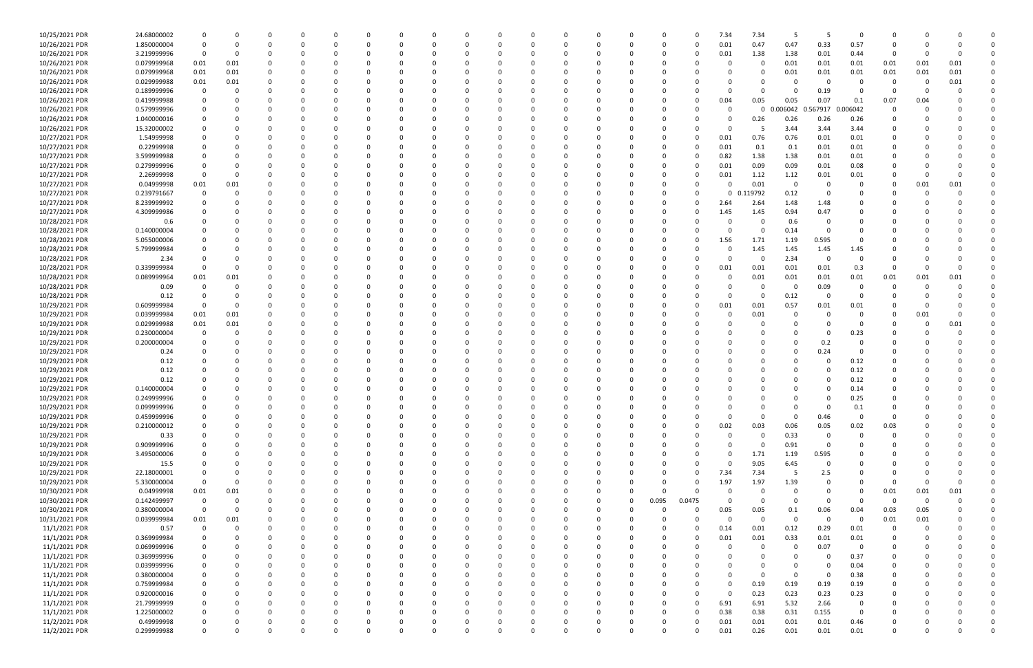| | | | | | | | | | | | | | | | | | | | | | | | | | | | |
|---|---|---|---|---|---|---|---|---|---|---|---|---|---|---|---|---|---|---|---|---|---|---|---|---|---|---|---|
| 10/25/2021 PDR | 24.68000002 | 0 | 0 | 0 | 0 | 0 | 0 | 0 | 0 | 0 | 0 | 0 | 0 | 0 | 0 | 0 | 0 | 7.34 | 7.34 | 5 | 5 | 0 | 0 | 0 | 0 | 0 | 0 |
| 10/26/2021 PDR | 1.850000004 | 0 | 0 | 0 | 0 | 0 | 0 | 0 | 0 | 0 | 0 | 0 | 0 | 0 | 0 | 0 | 0 | 0.01 | 0.47 | 0.47 | 0.33 | 0.57 | 0 | 0 | 0 | 0 | 0 |
| 10/26/2021 PDR | 3.219999996 | 0 | 0 | 0 | 0 | 0 | 0 | 0 | 0 | 0 | 0 | 0 | 0 | 0 | 0 | 0 | 0 | 0.01 | 1.38 | 1.38 | 0.01 | 0.44 | 0 | 0 | 0 | 0 | 0 |
| 10/26/2021 PDR | 0.079999968 | 0.01 | 0.01 | 0 | 0 | 0 | 0 | 0 | 0 | 0 | 0 | 0 | 0 | 0 | 0 | 0 | 0 | 0 | 0 | 0.01 | 0.01 | 0.01 | 0.01 | 0.01 | 0.01 | 0.01 | 0 |
| 10/26/2021 PDR | 0.079999968 | 0.01 | 0.01 | 0 | 0 | 0 | 0 | 0 | 0 | 0 | 0 | 0 | 0 | 0 | 0 | 0 | 0 | 0 | 0 | 0.01 | 0.01 | 0.01 | 0.01 | 0.01 | 0.01 | 0.01 | 0 |
| 10/26/2021 PDR | 0.029999988 | 0.01 | 0.01 | 0 | 0 | 0 | 0 | 0 | 0 | 0 | 0 | 0 | 0 | 0 | 0 | 0 | 0 | 0 | 0 | 0 | 0 | 0 | 0 | 0 | 0 | 0.01 | 0 |
| 10/26/2021 PDR | 0.189999996 | 0 | 0 | 0 | 0 | 0 | 0 | 0 | 0 | 0 | 0 | 0 | 0 | 0 | 0 | 0 | 0 | 0 | 0 | 0 | 0.19 | 0 | 0 | 0 | 0 | 0 | 0 |
| 10/26/2021 PDR | 0.419999988 | 0 | 0 | 0 | 0 | 0 | 0 | 0 | 0 | 0 | 0 | 0 | 0 | 0 | 0 | 0 | 0 | 0.04 | 0.05 | 0.05 | 0.07 | 0.1 | 0.07 | 0.04 | 0 | 0 | 0 |
| 10/26/2021 PDR | 0.579999996 | 0 | 0 | 0 | 0 | 0 | 0 | 0 | 0 | 0 | 0 | 0 | 0 | 0 | 0 | 0 | 0 | 0 | 0 | 0.006042 | 0.567917 | 0.006042 | 0 | 0 | 0 | 0 | 0 |
| 10/26/2021 PDR | 1.040000016 | 0 | 0 | 0 | 0 | 0 | 0 | 0 | 0 | 0 | 0 | 0 | 0 | 0 | 0 | 0 | 0 | 0 | 0.26 | 0.26 | 0.26 | 0.26 | 0 | 0 | 0 | 0 | 0 |
| 10/26/2021 PDR | 15.32000002 | 0 | 0 | 0 | 0 | 0 | 0 | 0 | 0 | 0 | 0 | 0 | 0 | 0 | 0 | 0 | 0 | 0 | 5 | 3.44 | 3.44 | 3.44 | 0 | 0 | 0 | 0 | 0 |
| 10/27/2021 PDR | 1.54999998 | 0 | 0 | 0 | 0 | 0 | 0 | 0 | 0 | 0 | 0 | 0 | 0 | 0 | 0 | 0 | 0 | 0.01 | 0.76 | 0.76 | 0.01 | 0.01 | 0 | 0 | 0 | 0 | 0 |
| 10/27/2021 PDR | 0.22999998 | 0 | 0 | 0 | 0 | 0 | 0 | 0 | 0 | 0 | 0 | 0 | 0 | 0 | 0 | 0 | 0 | 0.01 | 0.1 | 0.1 | 0.01 | 0.01 | 0 | 0 | 0 | 0 | 0 |
| 10/27/2021 PDR | 3.599999988 | 0 | 0 | 0 | 0 | 0 | 0 | 0 | 0 | 0 | 0 | 0 | 0 | 0 | 0 | 0 | 0 | 0.82 | 1.38 | 1.38 | 0.01 | 0.01 | 0 | 0 | 0 | 0 | 0 |
| 10/27/2021 PDR | 0.279999996 | 0 | 0 | 0 | 0 | 0 | 0 | 0 | 0 | 0 | 0 | 0 | 0 | 0 | 0 | 0 | 0 | 0.01 | 0.09 | 0.09 | 0.01 | 0.08 | 0 | 0 | 0 | 0 | 0 |
| 10/27/2021 PDR | 2.26999998 | 0 | 0 | 0 | 0 | 0 | 0 | 0 | 0 | 0 | 0 | 0 | 0 | 0 | 0 | 0 | 0 | 0.01 | 1.12 | 1.12 | 0.01 | 0.01 | 0 | 0 | 0 | 0 | 0 |
| 10/27/2021 PDR | 0.04999998 | 0.01 | 0.01 | 0 | 0 | 0 | 0 | 0 | 0 | 0 | 0 | 0 | 0 | 0 | 0 | 0 | 0 | 0 | 0.01 | 0 | 0 | 0 | 0 | 0 | 0.01 | 0.01 | 0 |
| 10/27/2021 PDR | 0.239791667 | 0 | 0 | 0 | 0 | 0 | 0 | 0 | 0 | 0 | 0 | 0 | 0 | 0 | 0 | 0 | 0 | 0 | 0.119792 | 0.12 | 0 | 0 | 0 | 0 | 0 | 0 | 0 |
| 10/27/2021 PDR | 8.239999992 | 0 | 0 | 0 | 0 | 0 | 0 | 0 | 0 | 0 | 0 | 0 | 0 | 0 | 0 | 0 | 0 | 2.64 | 2.64 | 1.48 | 1.48 | 0 | 0 | 0 | 0 | 0 | 0 |
| 10/27/2021 PDR | 4.309999986 | 0 | 0 | 0 | 0 | 0 | 0 | 0 | 0 | 0 | 0 | 0 | 0 | 0 | 0 | 0 | 0 | 1.45 | 1.45 | 0.94 | 0.47 | 0 | 0 | 0 | 0 | 0 | 0 |
| 10/28/2021 PDR | 0.6 | 0 | 0 | 0 | 0 | 0 | 0 | 0 | 0 | 0 | 0 | 0 | 0 | 0 | 0 | 0 | 0 | 0 | 0 | 0.6 | 0 | 0 | 0 | 0 | 0 | 0 | 0 |
| 10/28/2021 PDR | 0.140000004 | 0 | 0 | 0 | 0 | 0 | 0 | 0 | 0 | 0 | 0 | 0 | 0 | 0 | 0 | 0 | 0 | 0 | 0 | 0.14 | 0 | 0 | 0 | 0 | 0 | 0 | 0 |
| 10/28/2021 PDR | 5.055000006 | 0 | 0 | 0 | 0 | 0 | 0 | 0 | 0 | 0 | 0 | 0 | 0 | 0 | 0 | 0 | 0 | 1.56 | 1.71 | 1.19 | 0.595 | 0 | 0 | 0 | 0 | 0 | 0 |
| 10/28/2021 PDR | 5.799999984 | 0 | 0 | 0 | 0 | 0 | 0 | 0 | 0 | 0 | 0 | 0 | 0 | 0 | 0 | 0 | 0 | 0 | 1.45 | 1.45 | 1.45 | 1.45 | 0 | 0 | 0 | 0 | 0 |
| 10/28/2021 PDR | 2.34 | 0 | 0 | 0 | 0 | 0 | 0 | 0 | 0 | 0 | 0 | 0 | 0 | 0 | 0 | 0 | 0 | 0 | 0 | 2.34 | 0 | 0 | 0 | 0 | 0 | 0 | 0 |
| 10/28/2021 PDR | 0.339999984 | 0 | 0 | 0 | 0 | 0 | 0 | 0 | 0 | 0 | 0 | 0 | 0 | 0 | 0 | 0 | 0 | 0.01 | 0.01 | 0.01 | 0.01 | 0.3 | 0 | 0 | 0 | 0 | 0 |
| 10/28/2021 PDR | 0.089999964 | 0.01 | 0.01 | 0 | 0 | 0 | 0 | 0 | 0 | 0 | 0 | 0 | 0 | 0 | 0 | 0 | 0 | 0 | 0.01 | 0.01 | 0.01 | 0.01 | 0.01 | 0.01 | 0.01 | 0 | 0 |
| 10/28/2021 PDR | 0.09 | 0 | 0 | 0 | 0 | 0 | 0 | 0 | 0 | 0 | 0 | 0 | 0 | 0 | 0 | 0 | 0 | 0 | 0 | 0 | 0.09 | 0 | 0 | 0 | 0 | 0 | 0 |
| 10/28/2021 PDR | 0.12 | 0 | 0 | 0 | 0 | 0 | 0 | 0 | 0 | 0 | 0 | 0 | 0 | 0 | 0 | 0 | 0 | 0 | 0 | 0.12 | 0 | 0 | 0 | 0 | 0 | 0 | 0 |
| 10/29/2021 PDR | 0.609999984 | 0 | 0 | 0 | 0 | 0 | 0 | 0 | 0 | 0 | 0 | 0 | 0 | 0 | 0 | 0 | 0 | 0.01 | 0.01 | 0.57 | 0.01 | 0.01 | 0 | 0 | 0 | 0 | 0 |
| 10/29/2021 PDR | 0.039999984 | 0.01 | 0.01 | 0 | 0 | 0 | 0 | 0 | 0 | 0 | 0 | 0 | 0 | 0 | 0 | 0 | 0 | 0 | 0.01 | 0 | 0 | 0 | 0 | 0 | 0.01 | 0 | 0 |
| 10/29/2021 PDR | 0.029999988 | 0.01 | 0.01 | 0 | 0 | 0 | 0 | 0 | 0 | 0 | 0 | 0 | 0 | 0 | 0 | 0 | 0 | 0 | 0 | 0 | 0 | 0 | 0 | 0 | 0 | 0.01 | 0 |
| 10/29/2021 PDR | 0.230000004 | 0 | 0 | 0 | 0 | 0 | 0 | 0 | 0 | 0 | 0 | 0 | 0 | 0 | 0 | 0 | 0 | 0 | 0 | 0 | 0 | 0.23 | 0 | 0 | 0 | 0 | 0 |
| 10/29/2021 PDR | 0.200000004 | 0 | 0 | 0 | 0 | 0 | 0 | 0 | 0 | 0 | 0 | 0 | 0 | 0 | 0 | 0 | 0 | 0 | 0 | 0 | 0.2 | 0 | 0 | 0 | 0 | 0 | 0 |
| 10/29/2021 PDR | 0.24 | 0 | 0 | 0 | 0 | 0 | 0 | 0 | 0 | 0 | 0 | 0 | 0 | 0 | 0 | 0 | 0 | 0 | 0 | 0 | 0.24 | 0 | 0 | 0 | 0 | 0 | 0 |
| 10/29/2021 PDR | 0.12 | 0 | 0 | 0 | 0 | 0 | 0 | 0 | 0 | 0 | 0 | 0 | 0 | 0 | 0 | 0 | 0 | 0 | 0 | 0 | 0 | 0.12 | 0 | 0 | 0 | 0 | 0 |
| 10/29/2021 PDR | 0.12 | 0 | 0 | 0 | 0 | 0 | 0 | 0 | 0 | 0 | 0 | 0 | 0 | 0 | 0 | 0 | 0 | 0 | 0 | 0 | 0 | 0.12 | 0 | 0 | 0 | 0 | 0 |
| 10/29/2021 PDR | 0.12 | 0 | 0 | 0 | 0 | 0 | 0 | 0 | 0 | 0 | 0 | 0 | 0 | 0 | 0 | 0 | 0 | 0 | 0 | 0 | 0 | 0.12 | 0 | 0 | 0 | 0 | 0 |
| 10/29/2021 PDR | 0.140000004 | 0 | 0 | 0 | 0 | 0 | 0 | 0 | 0 | 0 | 0 | 0 | 0 | 0 | 0 | 0 | 0 | 0 | 0 | 0 | 0 | 0.14 | 0 | 0 | 0 | 0 | 0 |
| 10/29/2021 PDR | 0.249999996 | 0 | 0 | 0 | 0 | 0 | 0 | 0 | 0 | 0 | 0 | 0 | 0 | 0 | 0 | 0 | 0 | 0 | 0 | 0 | 0 | 0.25 | 0 | 0 | 0 | 0 | 0 |
| 10/29/2021 PDR | 0.099999996 | 0 | 0 | 0 | 0 | 0 | 0 | 0 | 0 | 0 | 0 | 0 | 0 | 0 | 0 | 0 | 0 | 0 | 0 | 0 | 0 | 0.1 | 0 | 0 | 0 | 0 | 0 |
| 10/29/2021 PDR | 0.459999996 | 0 | 0 | 0 | 0 | 0 | 0 | 0 | 0 | 0 | 0 | 0 | 0 | 0 | 0 | 0 | 0 | 0 | 0 | 0 | 0.46 | 0 | 0 | 0 | 0 | 0 | 0 |
| 10/29/2021 PDR | 0.210000012 | 0 | 0 | 0 | 0 | 0 | 0 | 0 | 0 | 0 | 0 | 0 | 0 | 0 | 0 | 0 | 0 | 0.02 | 0.03 | 0.06 | 0.05 | 0.02 | 0.03 | 0 | 0 | 0 | 0 |
| 10/29/2021 PDR | 0.33 | 0 | 0 | 0 | 0 | 0 | 0 | 0 | 0 | 0 | 0 | 0 | 0 | 0 | 0 | 0 | 0 | 0 | 0 | 0.33 | 0 | 0 | 0 | 0 | 0 | 0 | 0 |
| 10/29/2021 PDR | 0.909999996 | 0 | 0 | 0 | 0 | 0 | 0 | 0 | 0 | 0 | 0 | 0 | 0 | 0 | 0 | 0 | 0 | 0 | 0 | 0.91 | 0 | 0 | 0 | 0 | 0 | 0 | 0 |
| 10/29/2021 PDR | 3.495000006 | 0 | 0 | 0 | 0 | 0 | 0 | 0 | 0 | 0 | 0 | 0 | 0 | 0 | 0 | 0 | 0 | 0 | 1.71 | 1.19 | 0.595 | 0 | 0 | 0 | 0 | 0 | 0 |
| 10/29/2021 PDR | 15.5 | 0 | 0 | 0 | 0 | 0 | 0 | 0 | 0 | 0 | 0 | 0 | 0 | 0 | 0 | 0 | 0 | 0 | 9.05 | 6.45 | 0 | 0 | 0 | 0 | 0 | 0 | 0 |
| 10/29/2021 PDR | 22.18000001 | 0 | 0 | 0 | 0 | 0 | 0 | 0 | 0 | 0 | 0 | 0 | 0 | 0 | 0 | 0 | 0 | 7.34 | 7.34 | 5 | 2.5 | 0 | 0 | 0 | 0 | 0 | 0 |
| 10/29/2021 PDR | 5.330000004 | 0 | 0 | 0 | 0 | 0 | 0 | 0 | 0 | 0 | 0 | 0 | 0 | 0 | 0 | 0 | 0 | 1.97 | 1.97 | 1.39 | 0 | 0 | 0 | 0 | 0 | 0 | 0 |
| 10/30/2021 PDR | 0.04999998 | 0.01 | 0.01 | 0 | 0 | 0 | 0 | 0 | 0 | 0 | 0 | 0 | 0 | 0 | 0 | 0 | 0 | 0 | 0 | 0 | 0 | 0 | 0 | 0.01 | 0.01 | 0.01 | 0 |
| 10/30/2021 PDR | 0.142499997 | 0 | 0 | 0 | 0 | 0 | 0 | 0 | 0 | 0 | 0 | 0 | 0 | 0 | 0 | 0.095 | 0.0475 | 0 | 0 | 0 | 0 | 0 | 0 | 0 | 0 | 0 | 0 |
| 10/30/2021 PDR | 0.380000004 | 0 | 0 | 0 | 0 | 0 | 0 | 0 | 0 | 0 | 0 | 0 | 0 | 0 | 0 | 0 | 0 | 0.05 | 0.05 | 0.1 | 0.06 | 0.04 | 0.03 | 0.05 | 0 | 0 | 0 |
| 10/31/2021 PDR | 0.039999984 | 0.01 | 0.01 | 0 | 0 | 0 | 0 | 0 | 0 | 0 | 0 | 0 | 0 | 0 | 0 | 0 | 0 | 0 | 0 | 0 | 0 | 0 | 0.01 | 0.01 | 0 | 0 | 0 |
| 11/1/2021 PDR | 0.57 | 0 | 0 | 0 | 0 | 0 | 0 | 0 | 0 | 0 | 0 | 0 | 0 | 0 | 0 | 0 | 0 | 0.14 | 0.01 | 0.12 | 0.29 | 0.01 | 0 | 0 | 0 | 0 | 0 |
| 11/1/2021 PDR | 0.369999984 | 0 | 0 | 0 | 0 | 0 | 0 | 0 | 0 | 0 | 0 | 0 | 0 | 0 | 0 | 0 | 0 | 0.01 | 0.01 | 0.33 | 0.01 | 0.01 | 0 | 0 | 0 | 0 | 0 |
| 11/1/2021 PDR | 0.069999996 | 0 | 0 | 0 | 0 | 0 | 0 | 0 | 0 | 0 | 0 | 0 | 0 | 0 | 0 | 0 | 0 | 0 | 0 | 0 | 0.07 | 0 | 0 | 0 | 0 | 0 | 0 |
| 11/1/2021 PDR | 0.369999996 | 0 | 0 | 0 | 0 | 0 | 0 | 0 | 0 | 0 | 0 | 0 | 0 | 0 | 0 | 0 | 0 | 0 | 0 | 0 | 0 | 0.37 | 0 | 0 | 0 | 0 | 0 |
| 11/1/2021 PDR | 0.039999996 | 0 | 0 | 0 | 0 | 0 | 0 | 0 | 0 | 0 | 0 | 0 | 0 | 0 | 0 | 0 | 0 | 0 | 0 | 0 | 0 | 0.04 | 0 | 0 | 0 | 0 | 0 |
| 11/1/2021 PDR | 0.380000004 | 0 | 0 | 0 | 0 | 0 | 0 | 0 | 0 | 0 | 0 | 0 | 0 | 0 | 0 | 0 | 0 | 0 | 0 | 0 | 0 | 0.38 | 0 | 0 | 0 | 0 | 0 |
| 11/1/2021 PDR | 0.759999984 | 0 | 0 | 0 | 0 | 0 | 0 | 0 | 0 | 0 | 0 | 0 | 0 | 0 | 0 | 0 | 0 | 0 | 0.19 | 0.19 | 0.19 | 0.19 | 0 | 0 | 0 | 0 | 0 |
| 11/1/2021 PDR | 0.920000016 | 0 | 0 | 0 | 0 | 0 | 0 | 0 | 0 | 0 | 0 | 0 | 0 | 0 | 0 | 0 | 0 | 0 | 0.23 | 0.23 | 0.23 | 0.23 | 0 | 0 | 0 | 0 | 0 |
| 11/1/2021 PDR | 21.79999999 | 0 | 0 | 0 | 0 | 0 | 0 | 0 | 0 | 0 | 0 | 0 | 0 | 0 | 0 | 0 | 0 | 6.91 | 6.91 | 5.32 | 2.66 | 0 | 0 | 0 | 0 | 0 | 0 |
| 11/1/2021 PDR | 1.225000002 | 0 | 0 | 0 | 0 | 0 | 0 | 0 | 0 | 0 | 0 | 0 | 0 | 0 | 0 | 0 | 0 | 0.38 | 0.38 | 0.31 | 0.155 | 0 | 0 | 0 | 0 | 0 | 0 |
| 11/2/2021 PDR | 0.49999998 | 0 | 0 | 0 | 0 | 0 | 0 | 0 | 0 | 0 | 0 | 0 | 0 | 0 | 0 | 0 | 0 | 0.01 | 0.01 | 0.01 | 0.01 | 0.46 | 0 | 0 | 0 | 0 | 0 |
| 11/2/2021 PDR | 0.299999988 | 0 | 0 | 0 | 0 | 0 | 0 | 0 | 0 | 0 | 0 | 0 | 0 | 0 | 0 | 0 | 0 | 0.01 | 0.26 | 0.01 | 0.01 | 0.01 | 0 | 0 | 0 | 0 | 0 |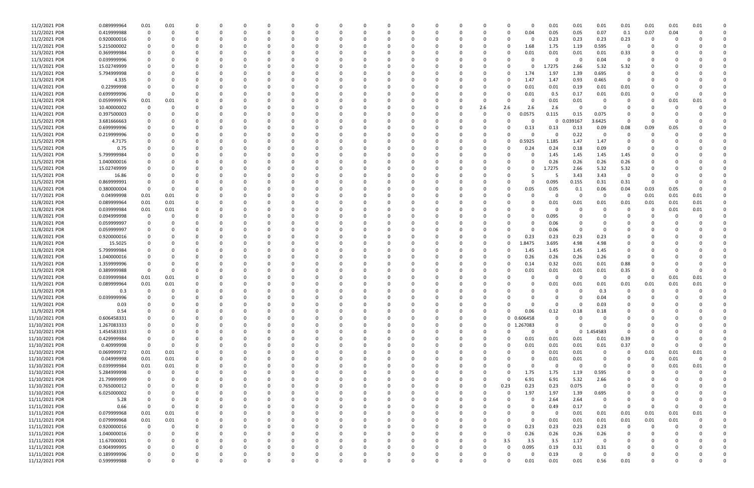| | | | | | | | | | | | | | | | | | | | | | | | | | | | | | |
|---|---|---|---|---|---|---|---|---|---|---|---|---|---|---|---|---|---|---|---|---|---|---|---|---|---|---|---|---|---|
| 11/2/2021 PDR | 0.089999964 | 0.01 | 0.01 | 0 | 0 | 0 | 0 | 0 | 0 | 0 | 0 | 0 | 0 | 0 | 0 | 0 | 0 | 0 | 0 | 0 | 0 | 0.01 | 0.01 | 0.01 | 0.01 | 0.01 | 0.01 | 0.01 | 0 |
| 11/2/2021 PDR | 0.419999988 | 0 | 0 | 0 | 0 | 0 | 0 | 0 | 0 | 0 | 0 | 0 | 0 | 0 | 0 | 0 | 0 | 0 | 0 | 0 | 0.04 | 0.05 | 0.05 | 0.07 | 0.1 | 0.07 | 0.04 | 0 | 0 |
| 11/2/2021 PDR | 0.920000016 | 0 | 0 | 0 | 0 | 0 | 0 | 0 | 0 | 0 | 0 | 0 | 0 | 0 | 0 | 0 | 0 | 0 | 0 | 0 | 0 | 0.23 | 0.23 | 0.23 | 0.23 | 0 | 0 | 0 | 0 |
| 11/2/2021 PDR | 5.215000002 | 0 | 0 | 0 | 0 | 0 | 0 | 0 | 0 | 0 | 0 | 0 | 0 | 0 | 0 | 0 | 0 | 0 | 0 | 0 | 1.68 | 1.75 | 1.19 | 0.595 | 0 | 0 | 0 | 0 | 0 |
| 11/3/2021 PDR | 0.369999984 | 0 | 0 | 0 | 0 | 0 | 0 | 0 | 0 | 0 | 0 | 0 | 0 | 0 | 0 | 0 | 0 | 0 | 0 | 0 | 0.01 | 0.01 | 0.01 | 0.01 | 0.33 | 0 | 0 | 0 | 0 |
| 11/3/2021 PDR | 0.039999996 | 0 | 0 | 0 | 0 | 0 | 0 | 0 | 0 | 0 | 0 | 0 | 0 | 0 | 0 | 0 | 0 | 0 | 0 | 0 | 0 | 0 | 0 | 0.04 | 0 | 0 | 0 | 0 | 0 |
| 11/3/2021 PDR | 15.02749999 | 0 | 0 | 0 | 0 | 0 | 0 | 0 | 0 | 0 | 0 | 0 | 0 | 0 | 0 | 0 | 0 | 0 | 0 | 0 | 0 | 1.7275 | 2.66 | 5.32 | 5.32 | 0 | 0 | 0 | 0 |
| 11/3/2021 PDR | 5.794999998 | 0 | 0 | 0 | 0 | 0 | 0 | 0 | 0 | 0 | 0 | 0 | 0 | 0 | 0 | 0 | 0 | 0 | 0 | 0 | 1.74 | 1.97 | 1.39 | 0.695 | 0 | 0 | 0 | 0 | 0 |
| 11/3/2021 PDR | 4.335 | 0 | 0 | 0 | 0 | 0 | 0 | 0 | 0 | 0 | 0 | 0 | 0 | 0 | 0 | 0 | 0 | 0 | 0 | 0 | 1.47 | 1.47 | 0.93 | 0.465 | 0 | 0 | 0 | 0 | 0 |
| 11/4/2021 PDR | 0.22999998 | 0 | 0 | 0 | 0 | 0 | 0 | 0 | 0 | 0 | 0 | 0 | 0 | 0 | 0 | 0 | 0 | 0 | 0 | 0 | 0.01 | 0.01 | 0.19 | 0.01 | 0.01 | 0 | 0 | 0 | 0 |
| 11/4/2021 PDR | 0.699999996 | 0 | 0 | 0 | 0 | 0 | 0 | 0 | 0 | 0 | 0 | 0 | 0 | 0 | 0 | 0 | 0 | 0 | 0 | 0 | 0.01 | 0.5 | 0.17 | 0.01 | 0.01 | 0 | 0 | 0 | 0 |
| 11/4/2021 PDR | 0.059999976 | 0.01 | 0.01 | 0 | 0 | 0 | 0 | 0 | 0 | 0 | 0 | 0 | 0 | 0 | 0 | 0 | 0 | 0 | 0 | 0 | 0 | 0.01 | 0.01 | 0 | 0 | 0 | 0.01 | 0.01 | 0 |
| 11/4/2021 PDR | 10.40000002 | 0 | 0 | 0 | 0 | 0 | 0 | 0 | 0 | 0 | 0 | 0 | 0 | 0 | 0 | 0 | 0 | 0 | 2.6 | 2.6 | 2.6 | 2.6 | 0 | 0 | 0 | 0 | 0 | 0 | 0 |
| 11/4/2021 PDR | 0.397500003 | 0 | 0 | 0 | 0 | 0 | 0 | 0 | 0 | 0 | 0 | 0 | 0 | 0 | 0 | 0 | 0 | 0 | 0 | 0 | 0.0575 | 0.115 | 0.15 | 0.075 | 0 | 0 | 0 | 0 | 0 |
| 11/5/2021 PDR | 3.681666663 | 0 | 0 | 0 | 0 | 0 | 0 | 0 | 0 | 0 | 0 | 0 | 0 | 0 | 0 | 0 | 0 | 0 | 0 | 0 | 0 | 0 | 0.039167 | 3.6425 | 0 | 0 | 0 | 0 | 0 |
| 11/5/2021 PDR | 0.699999996 | 0 | 0 | 0 | 0 | 0 | 0 | 0 | 0 | 0 | 0 | 0 | 0 | 0 | 0 | 0 | 0 | 0 | 0 | 0 | 0.13 | 0.13 | 0.13 | 0.09 | 0.08 | 0.09 | 0.05 | 0 | 0 |
| 11/5/2021 PDR | 0.219999996 | 0 | 0 | 0 | 0 | 0 | 0 | 0 | 0 | 0 | 0 | 0 | 0 | 0 | 0 | 0 | 0 | 0 | 0 | 0 | 0 | 0 | 0.22 | 0 | 0 | 0 | 0 | 0 | 0 |
| 11/5/2021 PDR | 4.7175 | 0 | 0 | 0 | 0 | 0 | 0 | 0 | 0 | 0 | 0 | 0 | 0 | 0 | 0 | 0 | 0 | 0 | 0 | 0 | 0.5925 | 1.185 | 1.47 | 1.47 | 0 | 0 | 0 | 0 | 0 |
| 11/5/2021 PDR | 0.75 | 0 | 0 | 0 | 0 | 0 | 0 | 0 | 0 | 0 | 0 | 0 | 0 | 0 | 0 | 0 | 0 | 0 | 0 | 0 | 0.24 | 0.24 | 0.18 | 0.09 | 0 | 0 | 0 | 0 | 0 |
| 11/5/2021 PDR | 5.799999984 | 0 | 0 | 0 | 0 | 0 | 0 | 0 | 0 | 0 | 0 | 0 | 0 | 0 | 0 | 0 | 0 | 0 | 0 | 0 | 0 | 1.45 | 1.45 | 1.45 | 1.45 | 0 | 0 | 0 | 0 |
| 11/5/2021 PDR | 1.040000016 | 0 | 0 | 0 | 0 | 0 | 0 | 0 | 0 | 0 | 0 | 0 | 0 | 0 | 0 | 0 | 0 | 0 | 0 | 0 | 0 | 0.26 | 0.26 | 0.26 | 0.26 | 0 | 0 | 0 | 0 |
| 11/5/2021 PDR | 15.02749999 | 0 | 0 | 0 | 0 | 0 | 0 | 0 | 0 | 0 | 0 | 0 | 0 | 0 | 0 | 0 | 0 | 0 | 0 | 0 | 0 | 1.7275 | 2.66 | 5.32 | 5.32 | 0 | 0 | 0 | 0 |
| 11/5/2021 PDR | 16.86 | 0 | 0 | 0 | 0 | 0 | 0 | 0 | 0 | 0 | 0 | 0 | 0 | 0 | 0 | 0 | 0 | 0 | 0 | 0 | 5 | 5 | 3.43 | 3.43 | 0 | 0 | 0 | 0 | 0 |
| 11/5/2021 PDR | 0.869999991 | 0 | 0 | 0 | 0 | 0 | 0 | 0 | 0 | 0 | 0 | 0 | 0 | 0 | 0 | 0 | 0 | 0 | 0 | 0 | 0 | 0.095 | 0.155 | 0.31 | 0.31 | 0 | 0 | 0 | 0 |
| 11/6/2021 PDR | 0.380000004 | 0 | 0 | 0 | 0 | 0 | 0 | 0 | 0 | 0 | 0 | 0 | 0 | 0 | 0 | 0 | 0 | 0 | 0 | 0 | 0.05 | 0.05 | 0.1 | 0.06 | 0.04 | 0.03 | 0.05 | 0 | 0 |
| 11/7/2021 PDR | 0.04999998 | 0.01 | 0.01 | 0 | 0 | 0 | 0 | 0 | 0 | 0 | 0 | 0 | 0 | 0 | 0 | 0 | 0 | 0 | 0 | 0 | 0 | 0 | 0 | 0 | 0 | 0.01 | 0.01 | 0.01 | 0 |
| 11/8/2021 PDR | 0.089999964 | 0.01 | 0.01 | 0 | 0 | 0 | 0 | 0 | 0 | 0 | 0 | 0 | 0 | 0 | 0 | 0 | 0 | 0 | 0 | 0 | 0 | 0.01 | 0.01 | 0.01 | 0.01 | 0.01 | 0.01 | 0.01 | 0 |
| 11/8/2021 PDR | 0.039999984 | 0.01 | 0.01 | 0 | 0 | 0 | 0 | 0 | 0 | 0 | 0 | 0 | 0 | 0 | 0 | 0 | 0 | 0 | 0 | 0 | 0 | 0 | 0 | 0 | 0 | 0 | 0.01 | 0.01 | 0 |
| 11/8/2021 PDR | 0.094999998 | 0 | 0 | 0 | 0 | 0 | 0 | 0 | 0 | 0 | 0 | 0 | 0 | 0 | 0 | 0 | 0 | 0 | 0 | 0 | 0 | 0.095 | 0 | 0 | 0 | 0 | 0 | 0 | 0 |
| 11/8/2021 PDR | 0.059999997 | 0 | 0 | 0 | 0 | 0 | 0 | 0 | 0 | 0 | 0 | 0 | 0 | 0 | 0 | 0 | 0 | 0 | 0 | 0 | 0 | 0.06 | 0 | 0 | 0 | 0 | 0 | 0 | 0 |
| 11/8/2021 PDR | 0.059999997 | 0 | 0 | 0 | 0 | 0 | 0 | 0 | 0 | 0 | 0 | 0 | 0 | 0 | 0 | 0 | 0 | 0 | 0 | 0 | 0 | 0.06 | 0 | 0 | 0 | 0 | 0 | 0 | 0 |
| 11/8/2021 PDR | 0.920000016 | 0 | 0 | 0 | 0 | 0 | 0 | 0 | 0 | 0 | 0 | 0 | 0 | 0 | 0 | 0 | 0 | 0 | 0 | 0 | 0.23 | 0.23 | 0.23 | 0.23 | 0 | 0 | 0 | 0 | 0 |
| 11/8/2021 PDR | 15.5025 | 0 | 0 | 0 | 0 | 0 | 0 | 0 | 0 | 0 | 0 | 0 | 0 | 0 | 0 | 0 | 0 | 0 | 0 | 0 | 1.8475 | 3.695 | 4.98 | 4.98 | 0 | 0 | 0 | 0 | 0 |
| 11/8/2021 PDR | 5.799999984 | 0 | 0 | 0 | 0 | 0 | 0 | 0 | 0 | 0 | 0 | 0 | 0 | 0 | 0 | 0 | 0 | 0 | 0 | 0 | 1.45 | 1.45 | 1.45 | 1.45 | 0 | 0 | 0 | 0 | 0 |
| 11/8/2021 PDR | 1.040000016 | 0 | 0 | 0 | 0 | 0 | 0 | 0 | 0 | 0 | 0 | 0 | 0 | 0 | 0 | 0 | 0 | 0 | 0 | 0 | 0.26 | 0.26 | 0.26 | 0.26 | 0 | 0 | 0 | 0 | 0 |
| 11/9/2021 PDR | 1.359999996 | 0 | 0 | 0 | 0 | 0 | 0 | 0 | 0 | 0 | 0 | 0 | 0 | 0 | 0 | 0 | 0 | 0 | 0 | 0 | 0.14 | 0.32 | 0.01 | 0.01 | 0.88 | 0 | 0 | 0 | 0 |
| 11/9/2021 PDR | 0.389999988 | 0 | 0 | 0 | 0 | 0 | 0 | 0 | 0 | 0 | 0 | 0 | 0 | 0 | 0 | 0 | 0 | 0 | 0 | 0 | 0.01 | 0.01 | 0.01 | 0.01 | 0.35 | 0 | 0 | 0 | 0 |
| 11/9/2021 PDR | 0.039999984 | 0.01 | 0.01 | 0 | 0 | 0 | 0 | 0 | 0 | 0 | 0 | 0 | 0 | 0 | 0 | 0 | 0 | 0 | 0 | 0 | 0 | 0 | 0 | 0 | 0 | 0 | 0.01 | 0.01 | 0 |
| 11/9/2021 PDR | 0.089999964 | 0.01 | 0.01 | 0 | 0 | 0 | 0 | 0 | 0 | 0 | 0 | 0 | 0 | 0 | 0 | 0 | 0 | 0 | 0 | 0 | 0 | 0.01 | 0.01 | 0.01 | 0.01 | 0.01 | 0.01 | 0.01 | 0 |
| 11/9/2021 PDR | 0.3 | 0 | 0 | 0 | 0 | 0 | 0 | 0 | 0 | 0 | 0 | 0 | 0 | 0 | 0 | 0 | 0 | 0 | 0 | 0 | 0 | 0 | 0 | 0.3 | 0 | 0 | 0 | 0 | 0 |
| 11/9/2021 PDR | 0.039999996 | 0 | 0 | 0 | 0 | 0 | 0 | 0 | 0 | 0 | 0 | 0 | 0 | 0 | 0 | 0 | 0 | 0 | 0 | 0 | 0 | 0 | 0 | 0.04 | 0 | 0 | 0 | 0 | 0 |
| 11/9/2021 PDR | 0.03 | 0 | 0 | 0 | 0 | 0 | 0 | 0 | 0 | 0 | 0 | 0 | 0 | 0 | 0 | 0 | 0 | 0 | 0 | 0 | 0 | 0 | 0 | 0.03 | 0 | 0 | 0 | 0 | 0 |
| 11/9/2021 PDR | 0.54 | 0 | 0 | 0 | 0 | 0 | 0 | 0 | 0 | 0 | 0 | 0 | 0 | 0 | 0 | 0 | 0 | 0 | 0 | 0 | 0.06 | 0.12 | 0.18 | 0.18 | 0 | 0 | 0 | 0 | 0 |
| 11/10/2021 PDR | 0.606458331 | 0 | 0 | 0 | 0 | 0 | 0 | 0 | 0 | 0 | 0 | 0 | 0 | 0 | 0 | 0 | 0 | 0 | 0 | 0 | 0.606458 | 0 | 0 | 0 | 0 | 0 | 0 | 0 | 0 |
| 11/10/2021 PDR | 1.267083333 | 0 | 0 | 0 | 0 | 0 | 0 | 0 | 0 | 0 | 0 | 0 | 0 | 0 | 0 | 0 | 0 | 0 | 0 | 0 | 1.267083 | 0 | 0 | 0 | 0 | 0 | 0 | 0 | 0 |
| 11/10/2021 PDR | 1.454583333 | 0 | 0 | 0 | 0 | 0 | 0 | 0 | 0 | 0 | 0 | 0 | 0 | 0 | 0 | 0 | 0 | 0 | 0 | 0 | 0 | 0 | 0 | 1.454583 | 0 | 0 | 0 | 0 | 0 |
| 11/10/2021 PDR | 0.429999984 | 0 | 0 | 0 | 0 | 0 | 0 | 0 | 0 | 0 | 0 | 0 | 0 | 0 | 0 | 0 | 0 | 0 | 0 | 0 | 0.01 | 0.01 | 0.01 | 0.01 | 0.39 | 0 | 0 | 0 | 0 |
| 11/10/2021 PDR | 0.40999998 | 0 | 0 | 0 | 0 | 0 | 0 | 0 | 0 | 0 | 0 | 0 | 0 | 0 | 0 | 0 | 0 | 0 | 0 | 0 | 0.01 | 0.01 | 0.01 | 0.01 | 0.37 | 0 | 0 | 0 | 0 |
| 11/10/2021 PDR | 0.069999972 | 0.01 | 0.01 | 0 | 0 | 0 | 0 | 0 | 0 | 0 | 0 | 0 | 0 | 0 | 0 | 0 | 0 | 0 | 0 | 0 | 0 | 0.01 | 0.01 | 0 | 0 | 0.01 | 0.01 | 0.01 | 0 |
| 11/10/2021 PDR | 0.04999998 | 0.01 | 0.01 | 0 | 0 | 0 | 0 | 0 | 0 | 0 | 0 | 0 | 0 | 0 | 0 | 0 | 0 | 0 | 0 | 0 | 0 | 0.01 | 0.01 | 0 | 0 | 0 | 0.01 | 0 | 0 |
| 11/10/2021 PDR | 0.039999984 | 0.01 | 0.01 | 0 | 0 | 0 | 0 | 0 | 0 | 0 | 0 | 0 | 0 | 0 | 0 | 0 | 0 | 0 | 0 | 0 | 0 | 0 | 0 | 0 | 0 | 0 | 0.01 | 0.01 | 0 |
| 11/10/2021 PDR | 5.284999998 | 0 | 0 | 0 | 0 | 0 | 0 | 0 | 0 | 0 | 0 | 0 | 0 | 0 | 0 | 0 | 0 | 0 | 0 | 0 | 1.75 | 1.75 | 1.19 | 0.595 | 0 | 0 | 0 | 0 | 0 |
| 11/10/2021 PDR | 21.79999999 | 0 | 0 | 0 | 0 | 0 | 0 | 0 | 0 | 0 | 0 | 0 | 0 | 0 | 0 | 0 | 0 | 0 | 0 | 0 | 6.91 | 6.91 | 5.32 | 2.66 | 0 | 0 | 0 | 0 | 0 |
| 11/10/2021 PDR | 0.765000012 | 0 | 0 | 0 | 0 | 0 | 0 | 0 | 0 | 0 | 0 | 0 | 0 | 0 | 0 | 0 | 0 | 0 | 0 | 0.23 | 0.23 | 0.23 | 0.075 | 0 | 0 | 0 | 0 | 0 | 0 |
| 11/10/2021 PDR | 6.025000002 | 0 | 0 | 0 | 0 | 0 | 0 | 0 | 0 | 0 | 0 | 0 | 0 | 0 | 0 | 0 | 0 | 0 | 0 | 0 | 1.97 | 1.97 | 1.39 | 0.695 | 0 | 0 | 0 | 0 | 0 |
| 11/11/2021 PDR | 5.28 | 0 | 0 | 0 | 0 | 0 | 0 | 0 | 0 | 0 | 0 | 0 | 0 | 0 | 0 | 0 | 0 | 0 | 0 | 0 | 0 | 2.64 | 2.64 | 0 | 0 | 0 | 0 | 0 | 0 |
| 11/11/2021 PDR | 0.66 | 0 | 0 | 0 | 0 | 0 | 0 | 0 | 0 | 0 | 0 | 0 | 0 | 0 | 0 | 0 | 0 | 0 | 0 | 0 | 0 | 0.49 | 0.17 | 0 | 0 | 0 | 0 | 0 | 0 |
| 11/11/2021 PDR | 0.079999968 | 0.01 | 0.01 | 0 | 0 | 0 | 0 | 0 | 0 | 0 | 0 | 0 | 0 | 0 | 0 | 0 | 0 | 0 | 0 | 0 | 0 | 0 | 0.01 | 0.01 | 0.01 | 0.01 | 0.01 | 0.01 | 0 |
| 11/11/2021 PDR | 0.079999968 | 0.01 | 0.01 | 0 | 0 | 0 | 0 | 0 | 0 | 0 | 0 | 0 | 0 | 0 | 0 | 0 | 0 | 0 | 0 | 0 | 0 | 0.01 | 0.01 | 0.01 | 0.01 | 0.01 | 0.01 | 0 | 0 |
| 11/11/2021 PDR | 0.920000016 | 0 | 0 | 0 | 0 | 0 | 0 | 0 | 0 | 0 | 0 | 0 | 0 | 0 | 0 | 0 | 0 | 0 | 0 | 0 | 0.23 | 0.23 | 0.23 | 0.23 | 0 | 0 | 0 | 0 | 0 |
| 11/11/2021 PDR | 1.040000016 | 0 | 0 | 0 | 0 | 0 | 0 | 0 | 0 | 0 | 0 | 0 | 0 | 0 | 0 | 0 | 0 | 0 | 0 | 0 | 0.26 | 0.26 | 0.26 | 0.26 | 0 | 0 | 0 | 0 | 0 |
| 11/11/2021 PDR | 11.67000001 | 0 | 0 | 0 | 0 | 0 | 0 | 0 | 0 | 0 | 0 | 0 | 0 | 0 | 0 | 0 | 0 | 0 | 0 | 3.5 | 3.5 | 3.5 | 1.17 | 0 | 0 | 0 | 0 | 0 | 0 |
| 11/11/2021 PDR | 0.904999995 | 0 | 0 | 0 | 0 | 0 | 0 | 0 | 0 | 0 | 0 | 0 | 0 | 0 | 0 | 0 | 0 | 0 | 0 | 0 | 0.095 | 0.19 | 0.31 | 0.31 | 0 | 0 | 0 | 0 | 0 |
| 11/11/2021 PDR | 0.189999996 | 0 | 0 | 0 | 0 | 0 | 0 | 0 | 0 | 0 | 0 | 0 | 0 | 0 | 0 | 0 | 0 | 0 | 0 | 0 | 0 | 0.19 | 0 | 0 | 0 | 0 | 0 | 0 | 0 |
| 11/12/2021 PDR | 0.599999988 | 0 | 0 | 0 | 0 | 0 | 0 | 0 | 0 | 0 | 0 | 0 | 0 | 0 | 0 | 0 | 0 | 0 | 0 | 0 | 0.01 | 0.01 | 0.01 | 0.56 | 0.01 | 0 | 0 | 0 | 0 |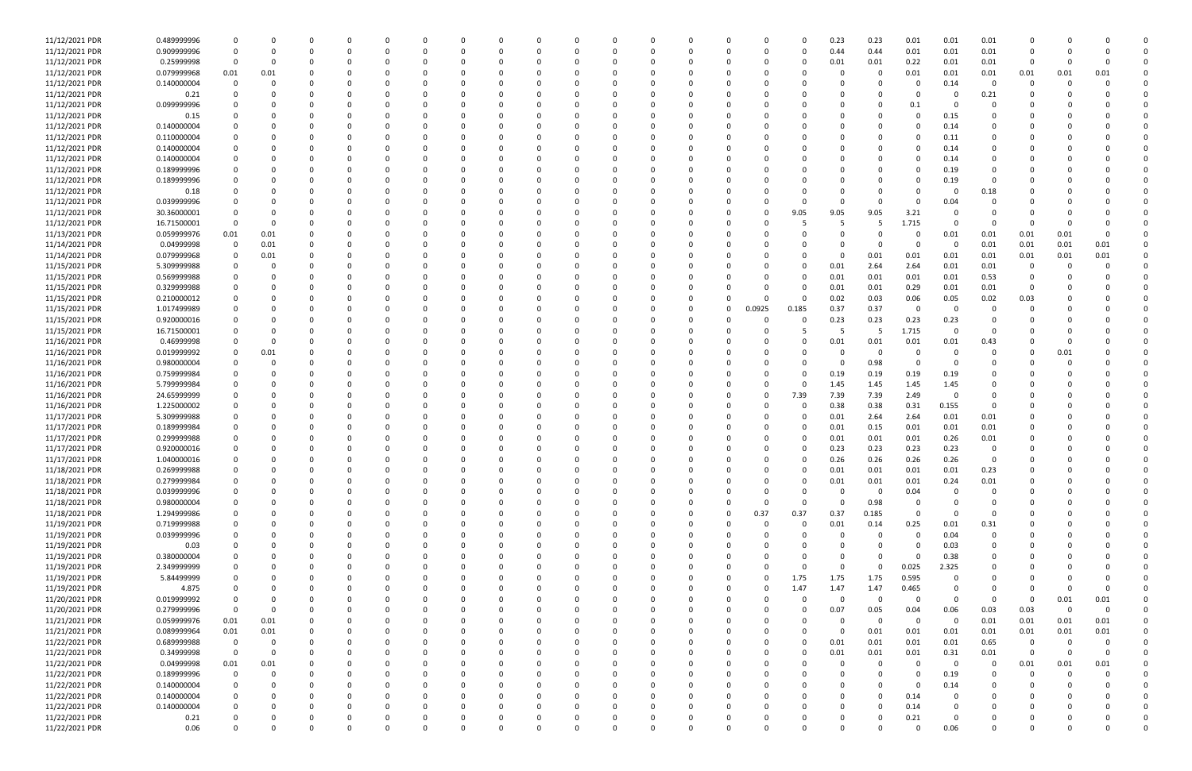| | | | | | | | | | | | | | | | | | | | | | | | | | | |
|---|---|---|---|---|---|---|---|---|---|---|---|---|---|---|---|---|---|---|---|---|---|---|---|---|---|---|
| 11/12/2021 PDR | 0.489999996 | 0 | 0 | 0 | 0 | 0 | 0 | 0 | 0 | 0 | 0 | 0 | 0 | 0 | 0 | 0 | 0 | 0.23 | 0.23 | 0.01 | 0.01 | 0.01 | 0 | 0 | 0 | 0 |
| 11/12/2021 PDR | 0.909999996 | 0 | 0 | 0 | 0 | 0 | 0 | 0 | 0 | 0 | 0 | 0 | 0 | 0 | 0 | 0 | 0 | 0.44 | 0.44 | 0.01 | 0.01 | 0.01 | 0 | 0 | 0 | 0 |
| 11/12/2021 PDR | 0.25999998 | 0 | 0 | 0 | 0 | 0 | 0 | 0 | 0 | 0 | 0 | 0 | 0 | 0 | 0 | 0 | 0 | 0.01 | 0.01 | 0.22 | 0.01 | 0.01 | 0 | 0 | 0 | 0 |
| 11/12/2021 PDR | 0.079999968 | 0.01 | 0.01 | 0 | 0 | 0 | 0 | 0 | 0 | 0 | 0 | 0 | 0 | 0 | 0 | 0 | 0 | 0 | 0 | 0.01 | 0.01 | 0.01 | 0.01 | 0.01 | 0.01 | 0 |
| 11/12/2021 PDR | 0.140000004 | 0 | 0 | 0 | 0 | 0 | 0 | 0 | 0 | 0 | 0 | 0 | 0 | 0 | 0 | 0 | 0 | 0 | 0 | 0 | 0.14 | 0 | 0 | 0 | 0 | 0 |
| 11/12/2021 PDR | 0.21 | 0 | 0 | 0 | 0 | 0 | 0 | 0 | 0 | 0 | 0 | 0 | 0 | 0 | 0 | 0 | 0 | 0 | 0 | 0 | 0 | 0.21 | 0 | 0 | 0 | 0 |
| 11/12/2021 PDR | 0.099999996 | 0 | 0 | 0 | 0 | 0 | 0 | 0 | 0 | 0 | 0 | 0 | 0 | 0 | 0 | 0 | 0 | 0 | 0 | 0.1 | 0 | 0 | 0 | 0 | 0 | 0 |
| 11/12/2021 PDR | 0.15 | 0 | 0 | 0 | 0 | 0 | 0 | 0 | 0 | 0 | 0 | 0 | 0 | 0 | 0 | 0 | 0 | 0 | 0 | 0 | 0.15 | 0 | 0 | 0 | 0 | 0 |
| 11/12/2021 PDR | 0.140000004 | 0 | 0 | 0 | 0 | 0 | 0 | 0 | 0 | 0 | 0 | 0 | 0 | 0 | 0 | 0 | 0 | 0 | 0 | 0 | 0.14 | 0 | 0 | 0 | 0 | 0 |
| 11/12/2021 PDR | 0.110000004 | 0 | 0 | 0 | 0 | 0 | 0 | 0 | 0 | 0 | 0 | 0 | 0 | 0 | 0 | 0 | 0 | 0 | 0 | 0 | 0.11 | 0 | 0 | 0 | 0 | 0 |
| 11/12/2021 PDR | 0.140000004 | 0 | 0 | 0 | 0 | 0 | 0 | 0 | 0 | 0 | 0 | 0 | 0 | 0 | 0 | 0 | 0 | 0 | 0 | 0 | 0.14 | 0 | 0 | 0 | 0 | 0 |
| 11/12/2021 PDR | 0.140000004 | 0 | 0 | 0 | 0 | 0 | 0 | 0 | 0 | 0 | 0 | 0 | 0 | 0 | 0 | 0 | 0 | 0 | 0 | 0 | 0.14 | 0 | 0 | 0 | 0 | 0 |
| 11/12/2021 PDR | 0.189999996 | 0 | 0 | 0 | 0 | 0 | 0 | 0 | 0 | 0 | 0 | 0 | 0 | 0 | 0 | 0 | 0 | 0 | 0 | 0 | 0.19 | 0 | 0 | 0 | 0 | 0 |
| 11/12/2021 PDR | 0.189999996 | 0 | 0 | 0 | 0 | 0 | 0 | 0 | 0 | 0 | 0 | 0 | 0 | 0 | 0 | 0 | 0 | 0 | 0 | 0 | 0.19 | 0 | 0 | 0 | 0 | 0 |
| 11/12/2021 PDR | 0.18 | 0 | 0 | 0 | 0 | 0 | 0 | 0 | 0 | 0 | 0 | 0 | 0 | 0 | 0 | 0 | 0 | 0 | 0 | 0 | 0 | 0.18 | 0 | 0 | 0 | 0 |
| 11/12/2021 PDR | 0.039999996 | 0 | 0 | 0 | 0 | 0 | 0 | 0 | 0 | 0 | 0 | 0 | 0 | 0 | 0 | 0 | 0 | 0 | 0 | 0 | 0.04 | 0 | 0 | 0 | 0 | 0 |
| 11/12/2021 PDR | 30.36000001 | 0 | 0 | 0 | 0 | 0 | 0 | 0 | 0 | 0 | 0 | 0 | 0 | 0 | 0 | 0 | 9.05 | 9.05 | 9.05 | 3.21 | 0 | 0 | 0 | 0 | 0 | 0 |
| 11/12/2021 PDR | 16.71500001 | 0 | 0 | 0 | 0 | 0 | 0 | 0 | 0 | 0 | 0 | 0 | 0 | 0 | 0 | 0 | 5 | 5 | 5 | 1.715 | 0 | 0 | 0 | 0 | 0 | 0 |
| 11/13/2021 PDR | 0.059999976 | 0.01 | 0.01 | 0 | 0 | 0 | 0 | 0 | 0 | 0 | 0 | 0 | 0 | 0 | 0 | 0 | 0 | 0 | 0 | 0 | 0 | 0.01 | 0.01 | 0.01 | 0.01 | 0 |
| 11/14/2021 PDR | 0.04999998 | 0 | 0.01 | 0 | 0 | 0 | 0 | 0 | 0 | 0 | 0 | 0 | 0 | 0 | 0 | 0 | 0 | 0 | 0 | 0 | 0 | 0.01 | 0.01 | 0.01 | 0.01 | 0 |
| 11/14/2021 PDR | 0.079999968 | 0 | 0.01 | 0 | 0 | 0 | 0 | 0 | 0 | 0 | 0 | 0 | 0 | 0 | 0 | 0 | 0 | 0 | 0.01 | 0.01 | 0.01 | 0.01 | 0.01 | 0.01 | 0.01 | 0 |
| 11/15/2021 PDR | 5.309999988 | 0 | 0 | 0 | 0 | 0 | 0 | 0 | 0 | 0 | 0 | 0 | 0 | 0 | 0 | 0 | 0 | 0.01 | 2.64 | 2.64 | 0.01 | 0.01 | 0 | 0 | 0 | 0 |
| 11/15/2021 PDR | 0.569999988 | 0 | 0 | 0 | 0 | 0 | 0 | 0 | 0 | 0 | 0 | 0 | 0 | 0 | 0 | 0 | 0 | 0.01 | 0.01 | 0.01 | 0.01 | 0.53 | 0 | 0 | 0 | 0 |
| 11/15/2021 PDR | 0.329999988 | 0 | 0 | 0 | 0 | 0 | 0 | 0 | 0 | 0 | 0 | 0 | 0 | 0 | 0 | 0 | 0 | 0.01 | 0.01 | 0.29 | 0.01 | 0.01 | 0 | 0 | 0 | 0 |
| 11/15/2021 PDR | 0.210000012 | 0 | 0 | 0 | 0 | 0 | 0 | 0 | 0 | 0 | 0 | 0 | 0 | 0 | 0 | 0 | 0 | 0.02 | 0.03 | 0.06 | 0.05 | 0.02 | 0.03 | 0 | 0 | 0 |
| 11/15/2021 PDR | 1.017499989 | 0 | 0 | 0 | 0 | 0 | 0 | 0 | 0 | 0 | 0 | 0 | 0 | 0 | 0 | 0.0925 | 0.185 | 0.37 | 0.37 | 0 | 0 | 0 | 0 | 0 | 0 | 0 |
| 11/15/2021 PDR | 0.920000016 | 0 | 0 | 0 | 0 | 0 | 0 | 0 | 0 | 0 | 0 | 0 | 0 | 0 | 0 | 0 | 0 | 0.23 | 0.23 | 0.23 | 0.23 | 0 | 0 | 0 | 0 | 0 |
| 11/15/2021 PDR | 16.71500001 | 0 | 0 | 0 | 0 | 0 | 0 | 0 | 0 | 0 | 0 | 0 | 0 | 0 | 0 | 0 | 5 | 5 | 5 | 1.715 | 0 | 0 | 0 | 0 | 0 | 0 |
| 11/16/2021 PDR | 0.46999998 | 0 | 0 | 0 | 0 | 0 | 0 | 0 | 0 | 0 | 0 | 0 | 0 | 0 | 0 | 0 | 0 | 0.01 | 0.01 | 0.01 | 0.01 | 0.43 | 0 | 0 | 0 | 0 |
| 11/16/2021 PDR | 0.019999992 | 0 | 0.01 | 0 | 0 | 0 | 0 | 0 | 0 | 0 | 0 | 0 | 0 | 0 | 0 | 0 | 0 | 0 | 0 | 0 | 0 | 0 | 0 | 0.01 | 0 | 0 |
| 11/16/2021 PDR | 0.980000004 | 0 | 0 | 0 | 0 | 0 | 0 | 0 | 0 | 0 | 0 | 0 | 0 | 0 | 0 | 0 | 0 | 0 | 0.98 | 0 | 0 | 0 | 0 | 0 | 0 | 0 |
| 11/16/2021 PDR | 0.759999984 | 0 | 0 | 0 | 0 | 0 | 0 | 0 | 0 | 0 | 0 | 0 | 0 | 0 | 0 | 0 | 0 | 0.19 | 0.19 | 0.19 | 0.19 | 0 | 0 | 0 | 0 | 0 |
| 11/16/2021 PDR | 5.799999984 | 0 | 0 | 0 | 0 | 0 | 0 | 0 | 0 | 0 | 0 | 0 | 0 | 0 | 0 | 0 | 0 | 1.45 | 1.45 | 1.45 | 1.45 | 0 | 0 | 0 | 0 | 0 |
| 11/16/2021 PDR | 24.65999999 | 0 | 0 | 0 | 0 | 0 | 0 | 0 | 0 | 0 | 0 | 0 | 0 | 0 | 0 | 0 | 7.39 | 7.39 | 7.39 | 2.49 | 0 | 0 | 0 | 0 | 0 | 0 |
| 11/16/2021 PDR | 1.225000002 | 0 | 0 | 0 | 0 | 0 | 0 | 0 | 0 | 0 | 0 | 0 | 0 | 0 | 0 | 0 | 0 | 0.38 | 0.38 | 0.31 | 0.155 | 0 | 0 | 0 | 0 | 0 |
| 11/17/2021 PDR | 5.309999988 | 0 | 0 | 0 | 0 | 0 | 0 | 0 | 0 | 0 | 0 | 0 | 0 | 0 | 0 | 0 | 0 | 0.01 | 2.64 | 2.64 | 0.01 | 0.01 | 0 | 0 | 0 | 0 |
| 11/17/2021 PDR | 0.189999984 | 0 | 0 | 0 | 0 | 0 | 0 | 0 | 0 | 0 | 0 | 0 | 0 | 0 | 0 | 0 | 0 | 0.01 | 0.15 | 0.01 | 0.01 | 0.01 | 0 | 0 | 0 | 0 |
| 11/17/2021 PDR | 0.299999988 | 0 | 0 | 0 | 0 | 0 | 0 | 0 | 0 | 0 | 0 | 0 | 0 | 0 | 0 | 0 | 0 | 0.01 | 0.01 | 0.01 | 0.26 | 0.01 | 0 | 0 | 0 | 0 |
| 11/17/2021 PDR | 0.920000016 | 0 | 0 | 0 | 0 | 0 | 0 | 0 | 0 | 0 | 0 | 0 | 0 | 0 | 0 | 0 | 0 | 0.23 | 0.23 | 0.23 | 0.23 | 0 | 0 | 0 | 0 | 0 |
| 11/17/2021 PDR | 1.040000016 | 0 | 0 | 0 | 0 | 0 | 0 | 0 | 0 | 0 | 0 | 0 | 0 | 0 | 0 | 0 | 0 | 0.26 | 0.26 | 0.26 | 0.26 | 0 | 0 | 0 | 0 | 0 |
| 11/18/2021 PDR | 0.269999988 | 0 | 0 | 0 | 0 | 0 | 0 | 0 | 0 | 0 | 0 | 0 | 0 | 0 | 0 | 0 | 0 | 0.01 | 0.01 | 0.01 | 0.01 | 0.23 | 0 | 0 | 0 | 0 |
| 11/18/2021 PDR | 0.279999984 | 0 | 0 | 0 | 0 | 0 | 0 | 0 | 0 | 0 | 0 | 0 | 0 | 0 | 0 | 0 | 0 | 0.01 | 0.01 | 0.01 | 0.24 | 0.01 | 0 | 0 | 0 | 0 |
| 11/18/2021 PDR | 0.039999996 | 0 | 0 | 0 | 0 | 0 | 0 | 0 | 0 | 0 | 0 | 0 | 0 | 0 | 0 | 0 | 0 | 0 | 0 | 0.04 | 0 | 0 | 0 | 0 | 0 | 0 |
| 11/18/2021 PDR | 0.980000004 | 0 | 0 | 0 | 0 | 0 | 0 | 0 | 0 | 0 | 0 | 0 | 0 | 0 | 0 | 0 | 0 | 0 | 0.98 | 0 | 0 | 0 | 0 | 0 | 0 | 0 |
| 11/18/2021 PDR | 1.294999986 | 0 | 0 | 0 | 0 | 0 | 0 | 0 | 0 | 0 | 0 | 0 | 0 | 0 | 0 | 0.37 | 0.37 | 0.37 | 0.185 | 0 | 0 | 0 | 0 | 0 | 0 | 0 |
| 11/19/2021 PDR | 0.719999988 | 0 | 0 | 0 | 0 | 0 | 0 | 0 | 0 | 0 | 0 | 0 | 0 | 0 | 0 | 0 | 0 | 0.01 | 0.14 | 0.25 | 0.01 | 0.31 | 0 | 0 | 0 | 0 |
| 11/19/2021 PDR | 0.039999996 | 0 | 0 | 0 | 0 | 0 | 0 | 0 | 0 | 0 | 0 | 0 | 0 | 0 | 0 | 0 | 0 | 0 | 0 | 0 | 0.04 | 0 | 0 | 0 | 0 | 0 |
| 11/19/2021 PDR | 0.03 | 0 | 0 | 0 | 0 | 0 | 0 | 0 | 0 | 0 | 0 | 0 | 0 | 0 | 0 | 0 | 0 | 0 | 0 | 0 | 0.03 | 0 | 0 | 0 | 0 | 0 |
| 11/19/2021 PDR | 0.380000004 | 0 | 0 | 0 | 0 | 0 | 0 | 0 | 0 | 0 | 0 | 0 | 0 | 0 | 0 | 0 | 0 | 0 | 0 | 0 | 0.38 | 0 | 0 | 0 | 0 | 0 |
| 11/19/2021 PDR | 2.349999999 | 0 | 0 | 0 | 0 | 0 | 0 | 0 | 0 | 0 | 0 | 0 | 0 | 0 | 0 | 0 | 0 | 0 | 0 | 0.025 | 2.325 | 0 | 0 | 0 | 0 | 0 |
| 11/19/2021 PDR | 5.84499999 | 0 | 0 | 0 | 0 | 0 | 0 | 0 | 0 | 0 | 0 | 0 | 0 | 0 | 0 | 0 | 1.75 | 1.75 | 1.75 | 0.595 | 0 | 0 | 0 | 0 | 0 | 0 |
| 11/19/2021 PDR | 4.875 | 0 | 0 | 0 | 0 | 0 | 0 | 0 | 0 | 0 | 0 | 0 | 0 | 0 | 0 | 0 | 1.47 | 1.47 | 1.47 | 0.465 | 0 | 0 | 0 | 0 | 0 | 0 |
| 11/20/2021 PDR | 0.019999992 | 0 | 0 | 0 | 0 | 0 | 0 | 0 | 0 | 0 | 0 | 0 | 0 | 0 | 0 | 0 | 0 | 0 | 0 | 0 | 0 | 0 | 0 | 0.01 | 0.01 | 0 |
| 11/20/2021 PDR | 0.279999996 | 0 | 0 | 0 | 0 | 0 | 0 | 0 | 0 | 0 | 0 | 0 | 0 | 0 | 0 | 0 | 0 | 0.07 | 0.05 | 0.04 | 0.06 | 0.03 | 0.03 | 0 | 0 | 0 |
| 11/21/2021 PDR | 0.059999976 | 0.01 | 0.01 | 0 | 0 | 0 | 0 | 0 | 0 | 0 | 0 | 0 | 0 | 0 | 0 | 0 | 0 | 0 | 0 | 0 | 0 | 0.01 | 0.01 | 0.01 | 0.01 | 0 |
| 11/21/2021 PDR | 0.089999964 | 0.01 | 0.01 | 0 | 0 | 0 | 0 | 0 | 0 | 0 | 0 | 0 | 0 | 0 | 0 | 0 | 0 | 0 | 0.01 | 0.01 | 0.01 | 0.01 | 0.01 | 0.01 | 0.01 | 0 |
| 11/22/2021 PDR | 0.689999988 | 0 | 0 | 0 | 0 | 0 | 0 | 0 | 0 | 0 | 0 | 0 | 0 | 0 | 0 | 0 | 0 | 0.01 | 0.01 | 0.01 | 0.01 | 0.65 | 0 | 0 | 0 | 0 |
| 11/22/2021 PDR | 0.34999998 | 0 | 0 | 0 | 0 | 0 | 0 | 0 | 0 | 0 | 0 | 0 | 0 | 0 | 0 | 0 | 0 | 0.01 | 0.01 | 0.01 | 0.31 | 0.01 | 0 | 0 | 0 | 0 |
| 11/22/2021 PDR | 0.04999998 | 0.01 | 0.01 | 0 | 0 | 0 | 0 | 0 | 0 | 0 | 0 | 0 | 0 | 0 | 0 | 0 | 0 | 0 | 0 | 0 | 0 | 0 | 0.01 | 0.01 | 0.01 | 0 |
| 11/22/2021 PDR | 0.189999996 | 0 | 0 | 0 | 0 | 0 | 0 | 0 | 0 | 0 | 0 | 0 | 0 | 0 | 0 | 0 | 0 | 0 | 0 | 0 | 0.19 | 0 | 0 | 0 | 0 | 0 |
| 11/22/2021 PDR | 0.140000004 | 0 | 0 | 0 | 0 | 0 | 0 | 0 | 0 | 0 | 0 | 0 | 0 | 0 | 0 | 0 | 0 | 0 | 0 | 0 | 0.14 | 0 | 0 | 0 | 0 | 0 |
| 11/22/2021 PDR | 0.140000004 | 0 | 0 | 0 | 0 | 0 | 0 | 0 | 0 | 0 | 0 | 0 | 0 | 0 | 0 | 0 | 0 | 0 | 0 | 0.14 | 0 | 0 | 0 | 0 | 0 | 0 |
| 11/22/2021 PDR | 0.140000004 | 0 | 0 | 0 | 0 | 0 | 0 | 0 | 0 | 0 | 0 | 0 | 0 | 0 | 0 | 0 | 0 | 0 | 0 | 0.14 | 0 | 0 | 0 | 0 | 0 | 0 |
| 11/22/2021 PDR | 0.21 | 0 | 0 | 0 | 0 | 0 | 0 | 0 | 0 | 0 | 0 | 0 | 0 | 0 | 0 | 0 | 0 | 0 | 0 | 0.21 | 0 | 0 | 0 | 0 | 0 | 0 |
| 11/22/2021 PDR | 0.06 | 0 | 0 | 0 | 0 | 0 | 0 | 0 | 0 | 0 | 0 | 0 | 0 | 0 | 0 | 0 | 0 | 0 | 0 | 0 | 0.06 | 0 | 0 | 0 | 0 | 0 |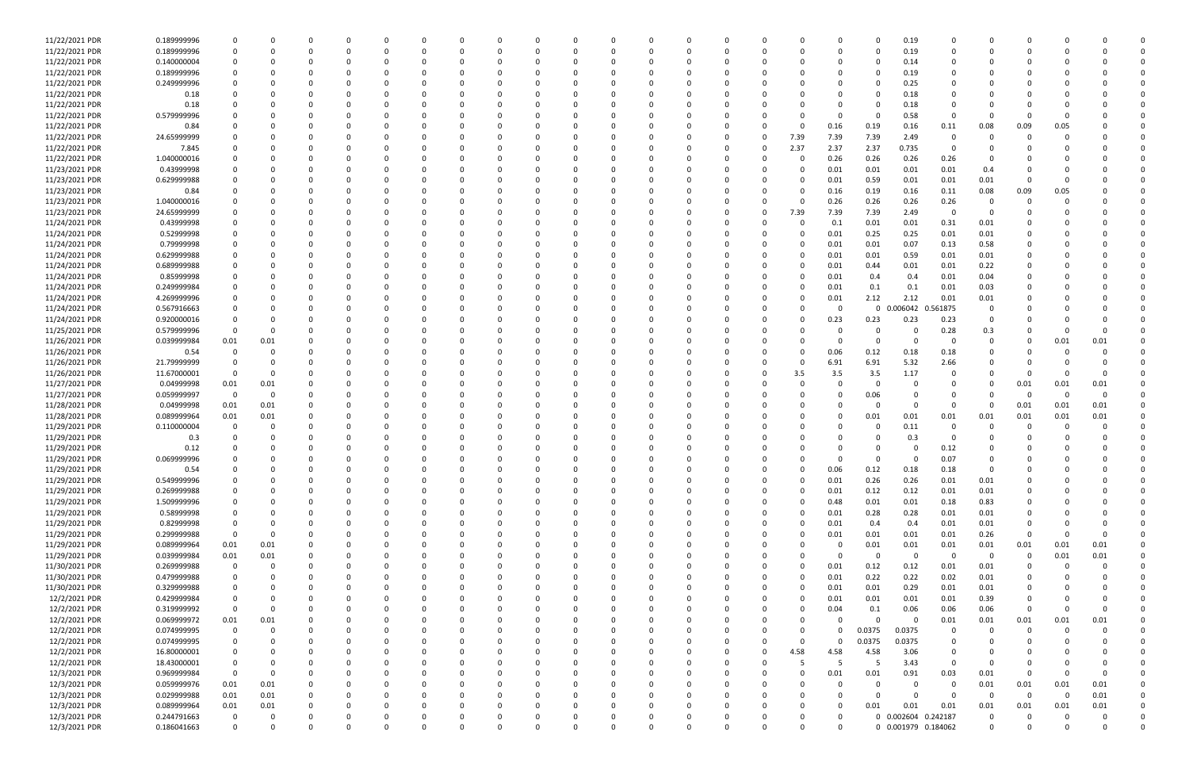| | | | | | | | | | | | | | | | | | | | | | | | | | |
|---|---|---|---|---|---|---|---|---|---|---|---|---|---|---|---|---|---|---|---|---|---|---|---|---|---|
| 11/22/2021 PDR | 0.189999996 | 0 | 0 | 0 | 0 | 0 | 0 | 0 | 0 | 0 | 0 | 0 | 0 | 0 | 0 | 0 | 0 | 0 | 0.19 | 0 | 0 | 0 | 0 | 0 | 0 |
| 11/22/2021 PDR | 0.189999996 | 0 | 0 | 0 | 0 | 0 | 0 | 0 | 0 | 0 | 0 | 0 | 0 | 0 | 0 | 0 | 0 | 0 | 0.19 | 0 | 0 | 0 | 0 | 0 | 0 |
| 11/22/2021 PDR | 0.140000004 | 0 | 0 | 0 | 0 | 0 | 0 | 0 | 0 | 0 | 0 | 0 | 0 | 0 | 0 | 0 | 0 | 0 | 0.14 | 0 | 0 | 0 | 0 | 0 | 0 |
| 11/22/2021 PDR | 0.189999996 | 0 | 0 | 0 | 0 | 0 | 0 | 0 | 0 | 0 | 0 | 0 | 0 | 0 | 0 | 0 | 0 | 0 | 0.19 | 0 | 0 | 0 | 0 | 0 | 0 |
| 11/22/2021 PDR | 0.249999996 | 0 | 0 | 0 | 0 | 0 | 0 | 0 | 0 | 0 | 0 | 0 | 0 | 0 | 0 | 0 | 0 | 0 | 0.25 | 0 | 0 | 0 | 0 | 0 | 0 |
| 11/22/2021 PDR | 0.18 | 0 | 0 | 0 | 0 | 0 | 0 | 0 | 0 | 0 | 0 | 0 | 0 | 0 | 0 | 0 | 0 | 0 | 0.18 | 0 | 0 | 0 | 0 | 0 | 0 |
| 11/22/2021 PDR | 0.18 | 0 | 0 | 0 | 0 | 0 | 0 | 0 | 0 | 0 | 0 | 0 | 0 | 0 | 0 | 0 | 0 | 0 | 0.18 | 0 | 0 | 0 | 0 | 0 | 0 |
| 11/22/2021 PDR | 0.579999996 | 0 | 0 | 0 | 0 | 0 | 0 | 0 | 0 | 0 | 0 | 0 | 0 | 0 | 0 | 0 | 0 | 0 | 0.58 | 0 | 0 | 0 | 0 | 0 | 0 |
| 11/22/2021 PDR | 0.84 | 0 | 0 | 0 | 0 | 0 | 0 | 0 | 0 | 0 | 0 | 0 | 0 | 0 | 0 | 0 | 0.16 | 0.19 | 0.16 | 0.11 | 0.08 | 0.09 | 0.05 | 0 | 0 |
| 11/22/2021 PDR | 24.65999999 | 0 | 0 | 0 | 0 | 0 | 0 | 0 | 0 | 0 | 0 | 0 | 0 | 0 | 0 | 7.39 | 7.39 | 7.39 | 2.49 | 0 | 0 | 0 | 0 | 0 | 0 |
| 11/22/2021 PDR | 7.845 | 0 | 0 | 0 | 0 | 0 | 0 | 0 | 0 | 0 | 0 | 0 | 0 | 0 | 0 | 2.37 | 2.37 | 2.37 | 0.735 | 0 | 0 | 0 | 0 | 0 | 0 |
| 11/22/2021 PDR | 1.040000016 | 0 | 0 | 0 | 0 | 0 | 0 | 0 | 0 | 0 | 0 | 0 | 0 | 0 | 0 | 0 | 0.26 | 0.26 | 0.26 | 0.26 | 0 | 0 | 0 | 0 | 0 |
| 11/23/2021 PDR | 0.43999998 | 0 | 0 | 0 | 0 | 0 | 0 | 0 | 0 | 0 | 0 | 0 | 0 | 0 | 0 | 0 | 0.01 | 0.01 | 0.01 | 0.01 | 0.4 | 0 | 0 | 0 | 0 |
| 11/23/2021 PDR | 0.629999988 | 0 | 0 | 0 | 0 | 0 | 0 | 0 | 0 | 0 | 0 | 0 | 0 | 0 | 0 | 0 | 0.01 | 0.59 | 0.01 | 0.01 | 0.01 | 0 | 0 | 0 | 0 |
| 11/23/2021 PDR | 0.84 | 0 | 0 | 0 | 0 | 0 | 0 | 0 | 0 | 0 | 0 | 0 | 0 | 0 | 0 | 0 | 0.16 | 0.19 | 0.16 | 0.11 | 0.08 | 0.09 | 0.05 | 0 | 0 |
| 11/23/2021 PDR | 1.040000016 | 0 | 0 | 0 | 0 | 0 | 0 | 0 | 0 | 0 | 0 | 0 | 0 | 0 | 0 | 0 | 0.26 | 0.26 | 0.26 | 0.26 | 0 | 0 | 0 | 0 | 0 |
| 11/23/2021 PDR | 24.65999999 | 0 | 0 | 0 | 0 | 0 | 0 | 0 | 0 | 0 | 0 | 0 | 0 | 0 | 0 | 7.39 | 7.39 | 7.39 | 2.49 | 0 | 0 | 0 | 0 | 0 | 0 |
| 11/24/2021 PDR | 0.43999998 | 0 | 0 | 0 | 0 | 0 | 0 | 0 | 0 | 0 | 0 | 0 | 0 | 0 | 0 | 0 | 0.1 | 0.01 | 0.01 | 0.31 | 0.01 | 0 | 0 | 0 | 0 |
| 11/24/2021 PDR | 0.52999998 | 0 | 0 | 0 | 0 | 0 | 0 | 0 | 0 | 0 | 0 | 0 | 0 | 0 | 0 | 0 | 0.01 | 0.25 | 0.25 | 0.01 | 0.01 | 0 | 0 | 0 | 0 |
| 11/24/2021 PDR | 0.79999998 | 0 | 0 | 0 | 0 | 0 | 0 | 0 | 0 | 0 | 0 | 0 | 0 | 0 | 0 | 0 | 0.01 | 0.01 | 0.07 | 0.13 | 0.58 | 0 | 0 | 0 | 0 |
| 11/24/2021 PDR | 0.629999988 | 0 | 0 | 0 | 0 | 0 | 0 | 0 | 0 | 0 | 0 | 0 | 0 | 0 | 0 | 0 | 0.01 | 0.01 | 0.59 | 0.01 | 0.01 | 0 | 0 | 0 | 0 |
| 11/24/2021 PDR | 0.689999988 | 0 | 0 | 0 | 0 | 0 | 0 | 0 | 0 | 0 | 0 | 0 | 0 | 0 | 0 | 0 | 0.01 | 0.44 | 0.01 | 0.01 | 0.22 | 0 | 0 | 0 | 0 |
| 11/24/2021 PDR | 0.85999998 | 0 | 0 | 0 | 0 | 0 | 0 | 0 | 0 | 0 | 0 | 0 | 0 | 0 | 0 | 0 | 0.01 | 0.4 | 0.4 | 0.01 | 0.04 | 0 | 0 | 0 | 0 |
| 11/24/2021 PDR | 0.249999984 | 0 | 0 | 0 | 0 | 0 | 0 | 0 | 0 | 0 | 0 | 0 | 0 | 0 | 0 | 0 | 0.01 | 0.1 | 0.1 | 0.01 | 0.03 | 0 | 0 | 0 | 0 |
| 11/24/2021 PDR | 4.269999996 | 0 | 0 | 0 | 0 | 0 | 0 | 0 | 0 | 0 | 0 | 0 | 0 | 0 | 0 | 0 | 0.01 | 2.12 | 2.12 | 0.01 | 0.01 | 0 | 0 | 0 | 0 |
| 11/24/2021 PDR | 0.567916663 | 0 | 0 | 0 | 0 | 0 | 0 | 0 | 0 | 0 | 0 | 0 | 0 | 0 | 0 | 0 | 0 | 0 | 0.006042 | 0.561875 | 0 | 0 | 0 | 0 | 0 |
| 11/24/2021 PDR | 0.920000016 | 0 | 0 | 0 | 0 | 0 | 0 | 0 | 0 | 0 | 0 | 0 | 0 | 0 | 0 | 0 | 0.23 | 0.23 | 0.23 | 0.23 | 0 | 0 | 0 | 0 | 0 |
| 11/25/2021 PDR | 0.579999996 | 0 | 0 | 0 | 0 | 0 | 0 | 0 | 0 | 0 | 0 | 0 | 0 | 0 | 0 | 0 | 0 | 0 | 0 | 0.28 | 0.3 | 0 | 0 | 0 | 0 |
| 11/26/2021 PDR | 0.039999984 | 0.01 | 0.01 | 0 | 0 | 0 | 0 | 0 | 0 | 0 | 0 | 0 | 0 | 0 | 0 | 0 | 0 | 0 | 0 | 0 | 0 | 0 | 0.01 | 0.01 | 0 |
| 11/26/2021 PDR | 0.54 | 0 | 0 | 0 | 0 | 0 | 0 | 0 | 0 | 0 | 0 | 0 | 0 | 0 | 0 | 0 | 0.06 | 0.12 | 0.18 | 0.18 | 0 | 0 | 0 | 0 | 0 |
| 11/26/2021 PDR | 21.79999999 | 0 | 0 | 0 | 0 | 0 | 0 | 0 | 0 | 0 | 0 | 0 | 0 | 0 | 0 | 0 | 6.91 | 6.91 | 5.32 | 2.66 | 0 | 0 | 0 | 0 | 0 |
| 11/26/2021 PDR | 11.67000001 | 0 | 0 | 0 | 0 | 0 | 0 | 0 | 0 | 0 | 0 | 0 | 0 | 0 | 0 | 3.5 | 3.5 | 3.5 | 1.17 | 0 | 0 | 0 | 0 | 0 | 0 |
| 11/27/2021 PDR | 0.04999998 | 0.01 | 0.01 | 0 | 0 | 0 | 0 | 0 | 0 | 0 | 0 | 0 | 0 | 0 | 0 | 0 | 0 | 0 | 0 | 0 | 0 | 0.01 | 0.01 | 0.01 | 0 |
| 11/27/2021 PDR | 0.059999997 | 0 | 0 | 0 | 0 | 0 | 0 | 0 | 0 | 0 | 0 | 0 | 0 | 0 | 0 | 0 | 0 | 0.06 | 0 | 0 | 0 | 0 | 0 | 0 | 0 |
| 11/28/2021 PDR | 0.04999998 | 0.01 | 0.01 | 0 | 0 | 0 | 0 | 0 | 0 | 0 | 0 | 0 | 0 | 0 | 0 | 0 | 0 | 0 | 0 | 0 | 0 | 0.01 | 0.01 | 0.01 | 0 |
| 11/28/2021 PDR | 0.089999964 | 0.01 | 0.01 | 0 | 0 | 0 | 0 | 0 | 0 | 0 | 0 | 0 | 0 | 0 | 0 | 0 | 0 | 0.01 | 0.01 | 0.01 | 0.01 | 0.01 | 0.01 | 0.01 | 0 |
| 11/29/2021 PDR | 0.110000004 | 0 | 0 | 0 | 0 | 0 | 0 | 0 | 0 | 0 | 0 | 0 | 0 | 0 | 0 | 0 | 0 | 0 | 0.11 | 0 | 0 | 0 | 0 | 0 | 0 |
| 11/29/2021 PDR | 0.3 | 0 | 0 | 0 | 0 | 0 | 0 | 0 | 0 | 0 | 0 | 0 | 0 | 0 | 0 | 0 | 0 | 0 | 0.3 | 0 | 0 | 0 | 0 | 0 | 0 |
| 11/29/2021 PDR | 0.12 | 0 | 0 | 0 | 0 | 0 | 0 | 0 | 0 | 0 | 0 | 0 | 0 | 0 | 0 | 0 | 0 | 0 | 0 | 0.12 | 0 | 0 | 0 | 0 | 0 |
| 11/29/2021 PDR | 0.069999996 | 0 | 0 | 0 | 0 | 0 | 0 | 0 | 0 | 0 | 0 | 0 | 0 | 0 | 0 | 0 | 0 | 0 | 0 | 0.07 | 0 | 0 | 0 | 0 | 0 |
| 11/29/2021 PDR | 0.54 | 0 | 0 | 0 | 0 | 0 | 0 | 0 | 0 | 0 | 0 | 0 | 0 | 0 | 0 | 0 | 0.06 | 0.12 | 0.18 | 0.18 | 0 | 0 | 0 | 0 | 0 |
| 11/29/2021 PDR | 0.549999996 | 0 | 0 | 0 | 0 | 0 | 0 | 0 | 0 | 0 | 0 | 0 | 0 | 0 | 0 | 0 | 0.01 | 0.26 | 0.26 | 0.01 | 0.01 | 0 | 0 | 0 | 0 |
| 11/29/2021 PDR | 0.269999988 | 0 | 0 | 0 | 0 | 0 | 0 | 0 | 0 | 0 | 0 | 0 | 0 | 0 | 0 | 0 | 0.01 | 0.12 | 0.12 | 0.01 | 0.01 | 0 | 0 | 0 | 0 |
| 11/29/2021 PDR | 1.509999996 | 0 | 0 | 0 | 0 | 0 | 0 | 0 | 0 | 0 | 0 | 0 | 0 | 0 | 0 | 0 | 0.48 | 0.01 | 0.01 | 0.18 | 0.83 | 0 | 0 | 0 | 0 |
| 11/29/2021 PDR | 0.58999998 | 0 | 0 | 0 | 0 | 0 | 0 | 0 | 0 | 0 | 0 | 0 | 0 | 0 | 0 | 0 | 0.01 | 0.28 | 0.28 | 0.01 | 0.01 | 0 | 0 | 0 | 0 |
| 11/29/2021 PDR | 0.82999998 | 0 | 0 | 0 | 0 | 0 | 0 | 0 | 0 | 0 | 0 | 0 | 0 | 0 | 0 | 0 | 0.01 | 0.4 | 0.4 | 0.01 | 0.01 | 0 | 0 | 0 | 0 |
| 11/29/2021 PDR | 0.299999988 | 0 | 0 | 0 | 0 | 0 | 0 | 0 | 0 | 0 | 0 | 0 | 0 | 0 | 0 | 0 | 0.01 | 0.01 | 0.01 | 0.01 | 0.26 | 0 | 0 | 0 | 0 |
| 11/29/2021 PDR | 0.089999964 | 0.01 | 0.01 | 0 | 0 | 0 | 0 | 0 | 0 | 0 | 0 | 0 | 0 | 0 | 0 | 0 | 0 | 0.01 | 0.01 | 0.01 | 0.01 | 0.01 | 0.01 | 0.01 | 0 |
| 11/29/2021 PDR | 0.039999984 | 0.01 | 0.01 | 0 | 0 | 0 | 0 | 0 | 0 | 0 | 0 | 0 | 0 | 0 | 0 | 0 | 0 | 0 | 0 | 0 | 0 | 0 | 0.01 | 0.01 | 0 |
| 11/30/2021 PDR | 0.269999988 | 0 | 0 | 0 | 0 | 0 | 0 | 0 | 0 | 0 | 0 | 0 | 0 | 0 | 0 | 0 | 0.01 | 0.12 | 0.12 | 0.01 | 0.01 | 0 | 0 | 0 | 0 |
| 11/30/2021 PDR | 0.479999988 | 0 | 0 | 0 | 0 | 0 | 0 | 0 | 0 | 0 | 0 | 0 | 0 | 0 | 0 | 0 | 0.01 | 0.22 | 0.22 | 0.02 | 0.01 | 0 | 0 | 0 | 0 |
| 11/30/2021 PDR | 0.329999988 | 0 | 0 | 0 | 0 | 0 | 0 | 0 | 0 | 0 | 0 | 0 | 0 | 0 | 0 | 0 | 0.01 | 0.01 | 0.29 | 0.01 | 0.01 | 0 | 0 | 0 | 0 |
| 12/2/2021 PDR | 0.429999984 | 0 | 0 | 0 | 0 | 0 | 0 | 0 | 0 | 0 | 0 | 0 | 0 | 0 | 0 | 0 | 0.01 | 0.01 | 0.01 | 0.01 | 0.39 | 0 | 0 | 0 | 0 |
| 12/2/2021 PDR | 0.319999992 | 0 | 0 | 0 | 0 | 0 | 0 | 0 | 0 | 0 | 0 | 0 | 0 | 0 | 0 | 0 | 0.04 | 0.1 | 0.06 | 0.06 | 0.06 | 0 | 0 | 0 | 0 |
| 12/2/2021 PDR | 0.069999972 | 0.01 | 0.01 | 0 | 0 | 0 | 0 | 0 | 0 | 0 | 0 | 0 | 0 | 0 | 0 | 0 | 0 | 0 | 0 | 0.01 | 0.01 | 0.01 | 0.01 | 0.01 | 0 |
| 12/2/2021 PDR | 0.074999995 | 0 | 0 | 0 | 0 | 0 | 0 | 0 | 0 | 0 | 0 | 0 | 0 | 0 | 0 | 0 | 0.0375 | 0.0375 | 0 | 0 | 0 | 0 | 0 | 0 | 0 |
| 12/2/2021 PDR | 0.074999995 | 0 | 0 | 0 | 0 | 0 | 0 | 0 | 0 | 0 | 0 | 0 | 0 | 0 | 0 | 0 | 0 | 0.0375 | 0.0375 | 0 | 0 | 0 | 0 | 0 | 0 |
| 12/2/2021 PDR | 16.80000001 | 0 | 0 | 0 | 0 | 0 | 0 | 0 | 0 | 0 | 0 | 0 | 0 | 0 | 0 | 4.58 | 4.58 | 4.58 | 3.06 | 0 | 0 | 0 | 0 | 0 | 0 |
| 12/2/2021 PDR | 18.43000001 | 0 | 0 | 0 | 0 | 0 | 0 | 0 | 0 | 0 | 0 | 0 | 0 | 0 | 0 | 5 | 5 | 5 | 3.43 | 0 | 0 | 0 | 0 | 0 | 0 |
| 12/3/2021 PDR | 0.969999984 | 0 | 0 | 0 | 0 | 0 | 0 | 0 | 0 | 0 | 0 | 0 | 0 | 0 | 0 | 0 | 0.01 | 0.01 | 0.91 | 0.03 | 0.01 | 0 | 0 | 0 | 0 |
| 12/3/2021 PDR | 0.059999976 | 0.01 | 0.01 | 0 | 0 | 0 | 0 | 0 | 0 | 0 | 0 | 0 | 0 | 0 | 0 | 0 | 0 | 0 | 0 | 0 | 0.01 | 0.01 | 0.01 | 0.01 | 0 |
| 12/3/2021 PDR | 0.029999988 | 0.01 | 0.01 | 0 | 0 | 0 | 0 | 0 | 0 | 0 | 0 | 0 | 0 | 0 | 0 | 0 | 0 | 0 | 0 | 0 | 0 | 0 | 0 | 0.01 | 0 |
| 12/3/2021 PDR | 0.089999964 | 0.01 | 0.01 | 0 | 0 | 0 | 0 | 0 | 0 | 0 | 0 | 0 | 0 | 0 | 0 | 0 | 0 | 0.01 | 0.01 | 0.01 | 0.01 | 0.01 | 0.01 | 0.01 | 0 |
| 12/3/2021 PDR | 0.244791663 | 0 | 0 | 0 | 0 | 0 | 0 | 0 | 0 | 0 | 0 | 0 | 0 | 0 | 0 | 0 | 0 | 0 | 0.002604 | 0.242187 | 0 | 0 | 0 | 0 | 0 |
| 12/3/2021 PDR | 0.186041663 | 0 | 0 | 0 | 0 | 0 | 0 | 0 | 0 | 0 | 0 | 0 | 0 | 0 | 0 | 0 | 0 | 0 | 0.001979 | 0.184062 | 0 | 0 | 0 | 0 | 0 |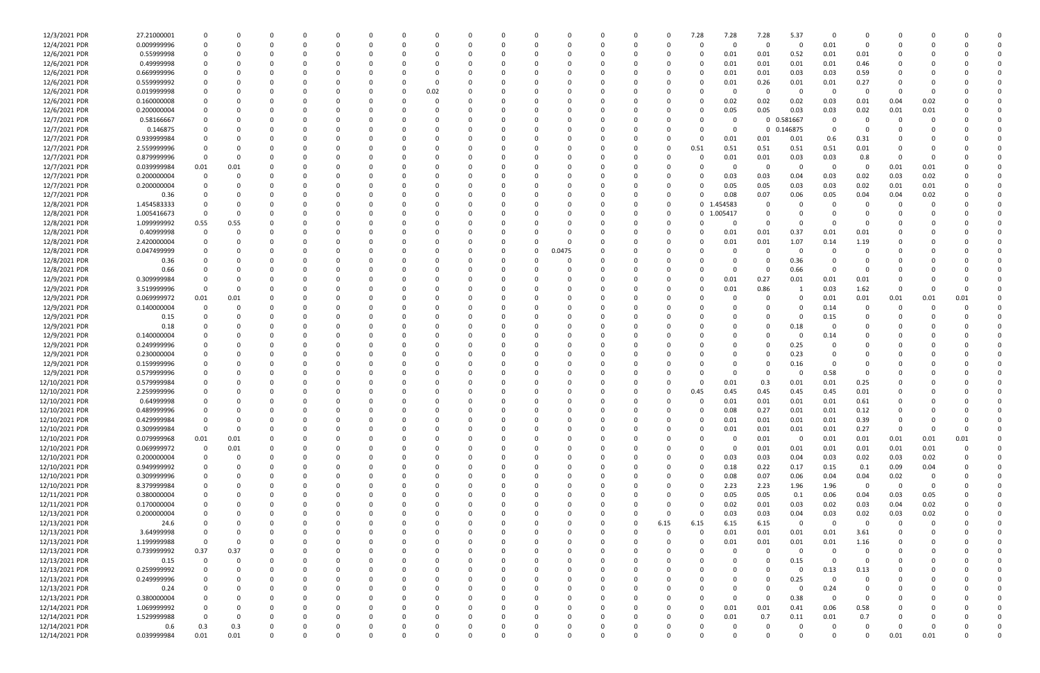| | | | | | | | | | | | | | | | | | | | | | | | | | | | |
|---|---|---|---|---|---|---|---|---|---|---|---|---|---|---|---|---|---|---|---|---|---|---|---|---|---|---|---|
| 12/3/2021 PDR | 27.21000001 | 0 | 0 | 0 | 0 | 0 | 0 | 0 | 0 | 0 | 0 | 0 | 0 | 0 | 0 | 0 | 7.28 | 7.28 | 7.28 | 5.37 | 0 | 0 | 0 | 0 | 0 | 0 | 0 |
| 12/4/2021 PDR | 0.009999996 | 0 | 0 | 0 | 0 | 0 | 0 | 0 | 0 | 0 | 0 | 0 | 0 | 0 | 0 | 0 | 0 | 0 | 0 | 0 | 0.01 | 0 | 0 | 0 | 0 | 0 | 0 |
| 12/6/2021 PDR | 0.55999998 | 0 | 0 | 0 | 0 | 0 | 0 | 0 | 0 | 0 | 0 | 0 | 0 | 0 | 0 | 0 | 0 | 0.01 | 0.01 | 0.52 | 0.01 | 0.01 | 0 | 0 | 0 | 0 | 0 |
| 12/6/2021 PDR | 0.49999998 | 0 | 0 | 0 | 0 | 0 | 0 | 0 | 0 | 0 | 0 | 0 | 0 | 0 | 0 | 0 | 0 | 0.01 | 0.01 | 0.01 | 0.01 | 0.46 | 0 | 0 | 0 | 0 | 0 |
| 12/6/2021 PDR | 0.669999996 | 0 | 0 | 0 | 0 | 0 | 0 | 0 | 0 | 0 | 0 | 0 | 0 | 0 | 0 | 0 | 0 | 0.01 | 0.01 | 0.03 | 0.03 | 0.59 | 0 | 0 | 0 | 0 | 0 |
| 12/6/2021 PDR | 0.559999992 | 0 | 0 | 0 | 0 | 0 | 0 | 0 | 0 | 0 | 0 | 0 | 0 | 0 | 0 | 0 | 0 | 0.01 | 0.26 | 0.01 | 0.01 | 0.27 | 0 | 0 | 0 | 0 | 0 |
| 12/6/2021 PDR | 0.019999998 | 0 | 0 | 0 | 0 | 0 | 0 | 0 | 0.02 | 0 | 0 | 0 | 0 | 0 | 0 | 0 | 0 | 0 | 0 | 0 | 0 | 0 | 0 | 0 | 0 | 0 | 0 |
| 12/6/2021 PDR | 0.160000008 | 0 | 0 | 0 | 0 | 0 | 0 | 0 | 0 | 0 | 0 | 0 | 0 | 0 | 0 | 0 | 0 | 0.02 | 0.02 | 0.02 | 0.03 | 0.01 | 0.04 | 0.02 | 0 | 0 | 0 |
| 12/6/2021 PDR | 0.200000004 | 0 | 0 | 0 | 0 | 0 | 0 | 0 | 0 | 0 | 0 | 0 | 0 | 0 | 0 | 0 | 0 | 0.05 | 0.05 | 0.03 | 0.03 | 0.02 | 0.01 | 0.01 | 0 | 0 | 0 |
| 12/7/2021 PDR | 0.58166667 | 0 | 0 | 0 | 0 | 0 | 0 | 0 | 0 | 0 | 0 | 0 | 0 | 0 | 0 | 0 | 0 | 0 | 0 | 0.581667 | 0 | 0 | 0 | 0 | 0 | 0 | 0 |
| 12/7/2021 PDR | 0.146875 | 0 | 0 | 0 | 0 | 0 | 0 | 0 | 0 | 0 | 0 | 0 | 0 | 0 | 0 | 0 | 0 | 0 | 0 | 0.146875 | 0 | 0 | 0 | 0 | 0 | 0 | 0 |
| 12/7/2021 PDR | 0.939999984 | 0 | 0 | 0 | 0 | 0 | 0 | 0 | 0 | 0 | 0 | 0 | 0 | 0 | 0 | 0 | 0 | 0.01 | 0.01 | 0.01 | 0.6 | 0.31 | 0 | 0 | 0 | 0 | 0 |
| 12/7/2021 PDR | 2.559999996 | 0 | 0 | 0 | 0 | 0 | 0 | 0 | 0 | 0 | 0 | 0 | 0 | 0 | 0 | 0 | 0.51 | 0.51 | 0.51 | 0.51 | 0.51 | 0.01 | 0 | 0 | 0 | 0 | 0 |
| 12/7/2021 PDR | 0.879999996 | 0 | 0 | 0 | 0 | 0 | 0 | 0 | 0 | 0 | 0 | 0 | 0 | 0 | 0 | 0 | 0 | 0.01 | 0.01 | 0.03 | 0.03 | 0.8 | 0 | 0 | 0 | 0 | 0 |
| 12/7/2021 PDR | 0.039999984 | 0.01 | 0.01 | 0 | 0 | 0 | 0 | 0 | 0 | 0 | 0 | 0 | 0 | 0 | 0 | 0 | 0 | 0 | 0 | 0 | 0 | 0 | 0.01 | 0.01 | 0 | 0 | 0 |
| 12/7/2021 PDR | 0.200000004 | 0 | 0 | 0 | 0 | 0 | 0 | 0 | 0 | 0 | 0 | 0 | 0 | 0 | 0 | 0 | 0 | 0.03 | 0.03 | 0.04 | 0.03 | 0.02 | 0.03 | 0.02 | 0 | 0 | 0 |
| 12/7/2021 PDR | 0.200000004 | 0 | 0 | 0 | 0 | 0 | 0 | 0 | 0 | 0 | 0 | 0 | 0 | 0 | 0 | 0 | 0 | 0.05 | 0.05 | 0.03 | 0.03 | 0.02 | 0.01 | 0.01 | 0 | 0 | 0 |
| 12/7/2021 PDR | 0.36 | 0 | 0 | 0 | 0 | 0 | 0 | 0 | 0 | 0 | 0 | 0 | 0 | 0 | 0 | 0 | 0 | 0.08 | 0.07 | 0.06 | 0.05 | 0.04 | 0.04 | 0.02 | 0 | 0 | 0 |
| 12/8/2021 PDR | 1.454583333 | 0 | 0 | 0 | 0 | 0 | 0 | 0 | 0 | 0 | 0 | 0 | 0 | 0 | 0 | 0 | 0 | 1.454583 | 0 | 0 | 0 | 0 | 0 | 0 | 0 | 0 | 0 |
| 12/8/2021 PDR | 1.005416673 | 0 | 0 | 0 | 0 | 0 | 0 | 0 | 0 | 0 | 0 | 0 | 0 | 0 | 0 | 0 | 0 | 1.005417 | 0 | 0 | 0 | 0 | 0 | 0 | 0 | 0 | 0 |
| 12/8/2021 PDR | 1.099999992 | 0.55 | 0.55 | 0 | 0 | 0 | 0 | 0 | 0 | 0 | 0 | 0 | 0 | 0 | 0 | 0 | 0 | 0 | 0 | 0 | 0 | 0 | 0 | 0 | 0 | 0 | 0 |
| 12/8/2021 PDR | 0.40999998 | 0 | 0 | 0 | 0 | 0 | 0 | 0 | 0 | 0 | 0 | 0 | 0 | 0 | 0 | 0 | 0 | 0.01 | 0.01 | 0.37 | 0.01 | 0.01 | 0 | 0 | 0 | 0 | 0 |
| 12/8/2021 PDR | 2.420000004 | 0 | 0 | 0 | 0 | 0 | 0 | 0 | 0 | 0 | 0 | 0 | 0 | 0 | 0 | 0 | 0 | 0.01 | 0.01 | 1.07 | 0.14 | 1.19 | 0 | 0 | 0 | 0 | 0 |
| 12/8/2021 PDR | 0.047499999 | 0 | 0 | 0 | 0 | 0 | 0 | 0 | 0 | 0 | 0 | 0 | 0.0475 | 0 | 0 | 0 | 0 | 0 | 0 | 0 | 0 | 0 | 0 | 0 | 0 | 0 | 0 |
| 12/8/2021 PDR | 0.36 | 0 | 0 | 0 | 0 | 0 | 0 | 0 | 0 | 0 | 0 | 0 | 0 | 0 | 0 | 0 | 0 | 0 | 0 | 0.36 | 0 | 0 | 0 | 0 | 0 | 0 | 0 |
| 12/8/2021 PDR | 0.66 | 0 | 0 | 0 | 0 | 0 | 0 | 0 | 0 | 0 | 0 | 0 | 0 | 0 | 0 | 0 | 0 | 0 | 0 | 0.66 | 0 | 0 | 0 | 0 | 0 | 0 | 0 |
| 12/9/2021 PDR | 0.309999984 | 0 | 0 | 0 | 0 | 0 | 0 | 0 | 0 | 0 | 0 | 0 | 0 | 0 | 0 | 0 | 0 | 0.01 | 0.27 | 0.01 | 0.01 | 0.01 | 0 | 0 | 0 | 0 | 0 |
| 12/9/2021 PDR | 3.519999996 | 0 | 0 | 0 | 0 | 0 | 0 | 0 | 0 | 0 | 0 | 0 | 0 | 0 | 0 | 0 | 0 | 0.01 | 0.86 | 1 | 0.03 | 1.62 | 0 | 0 | 0 | 0 | 0 |
| 12/9/2021 PDR | 0.069999972 | 0.01 | 0.01 | 0 | 0 | 0 | 0 | 0 | 0 | 0 | 0 | 0 | 0 | 0 | 0 | 0 | 0 | 0 | 0 | 0 | 0.01 | 0.01 | 0.01 | 0.01 | 0.01 | 0 | 0 |
| 12/9/2021 PDR | 0.140000004 | 0 | 0 | 0 | 0 | 0 | 0 | 0 | 0 | 0 | 0 | 0 | 0 | 0 | 0 | 0 | 0 | 0 | 0 | 0 | 0.14 | 0 | 0 | 0 | 0 | 0 | 0 |
| 12/9/2021 PDR | 0.15 | 0 | 0 | 0 | 0 | 0 | 0 | 0 | 0 | 0 | 0 | 0 | 0 | 0 | 0 | 0 | 0 | 0 | 0 | 0 | 0.15 | 0 | 0 | 0 | 0 | 0 | 0 |
| 12/9/2021 PDR | 0.18 | 0 | 0 | 0 | 0 | 0 | 0 | 0 | 0 | 0 | 0 | 0 | 0 | 0 | 0 | 0 | 0 | 0 | 0 | 0.18 | 0 | 0 | 0 | 0 | 0 | 0 | 0 |
| 12/9/2021 PDR | 0.140000004 | 0 | 0 | 0 | 0 | 0 | 0 | 0 | 0 | 0 | 0 | 0 | 0 | 0 | 0 | 0 | 0 | 0 | 0 | 0 | 0.14 | 0 | 0 | 0 | 0 | 0 | 0 |
| 12/9/2021 PDR | 0.249999996 | 0 | 0 | 0 | 0 | 0 | 0 | 0 | 0 | 0 | 0 | 0 | 0 | 0 | 0 | 0 | 0 | 0 | 0 | 0.25 | 0 | 0 | 0 | 0 | 0 | 0 | 0 |
| 12/9/2021 PDR | 0.230000004 | 0 | 0 | 0 | 0 | 0 | 0 | 0 | 0 | 0 | 0 | 0 | 0 | 0 | 0 | 0 | 0 | 0 | 0 | 0.23 | 0 | 0 | 0 | 0 | 0 | 0 | 0 |
| 12/9/2021 PDR | 0.159999996 | 0 | 0 | 0 | 0 | 0 | 0 | 0 | 0 | 0 | 0 | 0 | 0 | 0 | 0 | 0 | 0 | 0 | 0 | 0.16 | 0 | 0 | 0 | 0 | 0 | 0 | 0 |
| 12/9/2021 PDR | 0.579999996 | 0 | 0 | 0 | 0 | 0 | 0 | 0 | 0 | 0 | 0 | 0 | 0 | 0 | 0 | 0 | 0 | 0 | 0 | 0 | 0.58 | 0 | 0 | 0 | 0 | 0 | 0 |
| 12/10/2021 PDR | 0.579999984 | 0 | 0 | 0 | 0 | 0 | 0 | 0 | 0 | 0 | 0 | 0 | 0 | 0 | 0 | 0 | 0 | 0.01 | 0.3 | 0.01 | 0.01 | 0.25 | 0 | 0 | 0 | 0 | 0 |
| 12/10/2021 PDR | 2.259999996 | 0 | 0 | 0 | 0 | 0 | 0 | 0 | 0 | 0 | 0 | 0 | 0 | 0 | 0 | 0 | 0.45 | 0.45 | 0.45 | 0.45 | 0.45 | 0.01 | 0 | 0 | 0 | 0 | 0 |
| 12/10/2021 PDR | 0.64999998 | 0 | 0 | 0 | 0 | 0 | 0 | 0 | 0 | 0 | 0 | 0 | 0 | 0 | 0 | 0 | 0 | 0.01 | 0.01 | 0.01 | 0.01 | 0.61 | 0 | 0 | 0 | 0 | 0 |
| 12/10/2021 PDR | 0.489999996 | 0 | 0 | 0 | 0 | 0 | 0 | 0 | 0 | 0 | 0 | 0 | 0 | 0 | 0 | 0 | 0 | 0.08 | 0.27 | 0.01 | 0.01 | 0.12 | 0 | 0 | 0 | 0 | 0 |
| 12/10/2021 PDR | 0.429999984 | 0 | 0 | 0 | 0 | 0 | 0 | 0 | 0 | 0 | 0 | 0 | 0 | 0 | 0 | 0 | 0 | 0.01 | 0.01 | 0.01 | 0.01 | 0.39 | 0 | 0 | 0 | 0 | 0 |
| 12/10/2021 PDR | 0.309999984 | 0 | 0 | 0 | 0 | 0 | 0 | 0 | 0 | 0 | 0 | 0 | 0 | 0 | 0 | 0 | 0 | 0.01 | 0.01 | 0.01 | 0.01 | 0.27 | 0 | 0 | 0 | 0 | 0 |
| 12/10/2021 PDR | 0.079999968 | 0.01 | 0.01 | 0 | 0 | 0 | 0 | 0 | 0 | 0 | 0 | 0 | 0 | 0 | 0 | 0 | 0 | 0 | 0.01 | 0 | 0.01 | 0.01 | 0.01 | 0.01 | 0.01 | 0 | 0 |
| 12/10/2021 PDR | 0.069999972 | 0 | 0.01 | 0 | 0 | 0 | 0 | 0 | 0 | 0 | 0 | 0 | 0 | 0 | 0 | 0 | 0 | 0 | 0.01 | 0.01 | 0.01 | 0.01 | 0.01 | 0.01 | 0 | 0 | 0 |
| 12/10/2021 PDR | 0.200000004 | 0 | 0 | 0 | 0 | 0 | 0 | 0 | 0 | 0 | 0 | 0 | 0 | 0 | 0 | 0 | 0 | 0.03 | 0.03 | 0.04 | 0.03 | 0.02 | 0.03 | 0.02 | 0 | 0 | 0 |
| 12/10/2021 PDR | 0.949999992 | 0 | 0 | 0 | 0 | 0 | 0 | 0 | 0 | 0 | 0 | 0 | 0 | 0 | 0 | 0 | 0 | 0.18 | 0.22 | 0.17 | 0.15 | 0.1 | 0.09 | 0.04 | 0 | 0 | 0 |
| 12/10/2021 PDR | 0.309999996 | 0 | 0 | 0 | 0 | 0 | 0 | 0 | 0 | 0 | 0 | 0 | 0 | 0 | 0 | 0 | 0 | 0.08 | 0.07 | 0.06 | 0.04 | 0.04 | 0.02 | 0 | 0 | 0 | 0 |
| 12/10/2021 PDR | 8.379999984 | 0 | 0 | 0 | 0 | 0 | 0 | 0 | 0 | 0 | 0 | 0 | 0 | 0 | 0 | 0 | 0 | 2.23 | 2.23 | 1.96 | 1.96 | 0 | 0 | 0 | 0 | 0 | 0 |
| 12/11/2021 PDR | 0.380000004 | 0 | 0 | 0 | 0 | 0 | 0 | 0 | 0 | 0 | 0 | 0 | 0 | 0 | 0 | 0 | 0 | 0.05 | 0.05 | 0.1 | 0.06 | 0.04 | 0.03 | 0.05 | 0 | 0 | 0 |
| 12/11/2021 PDR | 0.170000004 | 0 | 0 | 0 | 0 | 0 | 0 | 0 | 0 | 0 | 0 | 0 | 0 | 0 | 0 | 0 | 0 | 0.02 | 0.01 | 0.03 | 0.02 | 0.03 | 0.04 | 0.02 | 0 | 0 | 0 |
| 12/13/2021 PDR | 0.200000004 | 0 | 0 | 0 | 0 | 0 | 0 | 0 | 0 | 0 | 0 | 0 | 0 | 0 | 0 | 0 | 0 | 0.03 | 0.03 | 0.04 | 0.03 | 0.02 | 0.03 | 0.02 | 0 | 0 | 0 |
| 12/13/2021 PDR | 24.6 | 0 | 0 | 0 | 0 | 0 | 0 | 0 | 0 | 0 | 0 | 0 | 0 | 0 | 0 | 6.15 | 6.15 | 6.15 | 6.15 | 0 | 0 | 0 | 0 | 0 | 0 | 0 | 0 |
| 12/13/2021 PDR | 3.64999998 | 0 | 0 | 0 | 0 | 0 | 0 | 0 | 0 | 0 | 0 | 0 | 0 | 0 | 0 | 0 | 0 | 0.01 | 0.01 | 0.01 | 0.01 | 3.61 | 0 | 0 | 0 | 0 | 0 |
| 12/13/2021 PDR | 1.199999988 | 0 | 0 | 0 | 0 | 0 | 0 | 0 | 0 | 0 | 0 | 0 | 0 | 0 | 0 | 0 | 0 | 0.01 | 0.01 | 0.01 | 0.01 | 1.16 | 0 | 0 | 0 | 0 | 0 |
| 12/13/2021 PDR | 0.739999992 | 0.37 | 0.37 | 0 | 0 | 0 | 0 | 0 | 0 | 0 | 0 | 0 | 0 | 0 | 0 | 0 | 0 | 0 | 0 | 0 | 0 | 0 | 0 | 0 | 0 | 0 | 0 |
| 12/13/2021 PDR | 0.15 | 0 | 0 | 0 | 0 | 0 | 0 | 0 | 0 | 0 | 0 | 0 | 0 | 0 | 0 | 0 | 0 | 0 | 0 | 0.15 | 0 | 0 | 0 | 0 | 0 | 0 | 0 |
| 12/13/2021 PDR | 0.259999992 | 0 | 0 | 0 | 0 | 0 | 0 | 0 | 0 | 0 | 0 | 0 | 0 | 0 | 0 | 0 | 0 | 0 | 0 | 0 | 0.13 | 0.13 | 0 | 0 | 0 | 0 | 0 |
| 12/13/2021 PDR | 0.249999996 | 0 | 0 | 0 | 0 | 0 | 0 | 0 | 0 | 0 | 0 | 0 | 0 | 0 | 0 | 0 | 0 | 0 | 0 | 0.25 | 0 | 0 | 0 | 0 | 0 | 0 | 0 |
| 12/13/2021 PDR | 0.24 | 0 | 0 | 0 | 0 | 0 | 0 | 0 | 0 | 0 | 0 | 0 | 0 | 0 | 0 | 0 | 0 | 0 | 0 | 0 | 0.24 | 0 | 0 | 0 | 0 | 0 | 0 |
| 12/13/2021 PDR | 0.380000004 | 0 | 0 | 0 | 0 | 0 | 0 | 0 | 0 | 0 | 0 | 0 | 0 | 0 | 0 | 0 | 0 | 0 | 0 | 0.38 | 0 | 0 | 0 | 0 | 0 | 0 | 0 |
| 12/14/2021 PDR | 1.069999992 | 0 | 0 | 0 | 0 | 0 | 0 | 0 | 0 | 0 | 0 | 0 | 0 | 0 | 0 | 0 | 0 | 0.01 | 0.01 | 0.41 | 0.06 | 0.58 | 0 | 0 | 0 | 0 | 0 |
| 12/14/2021 PDR | 1.529999988 | 0 | 0 | 0 | 0 | 0 | 0 | 0 | 0 | 0 | 0 | 0 | 0 | 0 | 0 | 0 | 0 | 0.01 | 0.7 | 0.11 | 0.01 | 0.7 | 0 | 0 | 0 | 0 | 0 |
| 12/14/2021 PDR | 0.6 | 0.3 | 0.3 | 0 | 0 | 0 | 0 | 0 | 0 | 0 | 0 | 0 | 0 | 0 | 0 | 0 | 0 | 0 | 0 | 0 | 0 | 0 | 0 | 0 | 0 | 0 | 0 |
| 12/14/2021 PDR | 0.039999984 | 0.01 | 0.01 | 0 | 0 | 0 | 0 | 0 | 0 | 0 | 0 | 0 | 0 | 0 | 0 | 0 | 0 | 0 | 0 | 0 | 0 | 0 | 0.01 | 0.01 | 0 | 0 | 0 |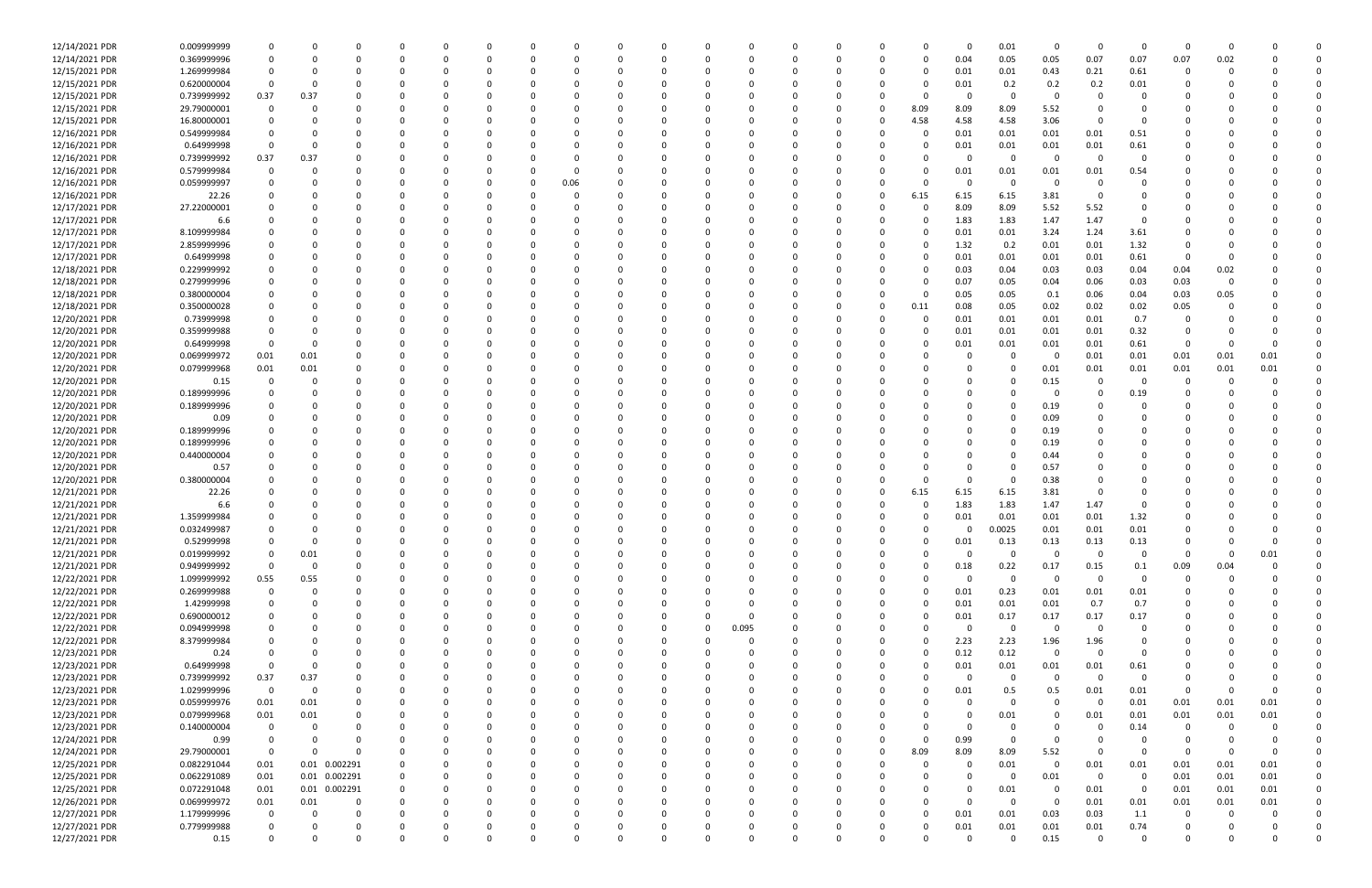| | | | | | | | | | | | | | | | | | | | | | | | | | | | | | | |
|---|---|---|---|---|---|---|---|---|---|---|---|---|---|---|---|---|---|---|---|---|---|---|---|---|---|---|---|---|---|---|
| 12/14/2021 PDR | 0.009999999 | 0 | 0 | 0 | 0 | 0 | 0 | 0 | 0 | 0 | 0 | 0 | 0 | 0 | 0 | 0 | 0 | 0 | 0 | 0 | 0 | 0 | 0.01 | 0 | 0 | 0 | 0 | 0 | 0 | 0 |
| 12/14/2021 PDR | 0.369999996 | 0 | 0 | 0 | 0 | 0 | 0 | 0 | 0 | 0 | 0 | 0 | 0 | 0 | 0 | 0 | 0 | 0 | 0 | 0 | 0 | 0.04 | 0.05 | 0.05 | 0.07 | 0.07 | 0.07 | 0.02 | 0 | 0 |
| 12/15/2021 PDR | 1.269999984 | 0 | 0 | 0 | 0 | 0 | 0 | 0 | 0 | 0 | 0 | 0 | 0 | 0 | 0 | 0 | 0 | 0 | 0 | 0 | 0 | 0.01 | 0.01 | 0.43 | 0.21 | 0.61 | 0 | 0 | 0 | 0 |
| 12/15/2021 PDR | 0.620000004 | 0 | 0 | 0 | 0 | 0 | 0 | 0 | 0 | 0 | 0 | 0 | 0 | 0 | 0 | 0 | 0 | 0 | 0 | 0 | 0 | 0.01 | 0.2 | 0.2 | 0.2 | 0.01 | 0 | 0 | 0 | 0 |
| 12/15/2021 PDR | 0.739999992 | 0.37 | 0.37 | 0 | 0 | 0 | 0 | 0 | 0 | 0 | 0 | 0 | 0 | 0 | 0 | 0 | 0 | 0 | 0 | 0 | 0 | 0 | 0 | 0 | 0 | 0 | 0 | 0 | 0 | 0 |
| 12/15/2021 PDR | 29.79000001 | 0 | 0 | 0 | 0 | 0 | 0 | 0 | 0 | 0 | 0 | 0 | 0 | 0 | 0 | 0 | 0 | 0 | 0 | 0 | 8.09 | 8.09 | 8.09 | 5.52 | 0 | 0 | 0 | 0 | 0 | 0 |
| 12/15/2021 PDR | 16.80000001 | 0 | 0 | 0 | 0 | 0 | 0 | 0 | 0 | 0 | 0 | 0 | 0 | 0 | 0 | 0 | 0 | 0 | 0 | 0 | 4.58 | 4.58 | 4.58 | 3.06 | 0 | 0 | 0 | 0 | 0 | 0 |
| 12/16/2021 PDR | 0.549999984 | 0 | 0 | 0 | 0 | 0 | 0 | 0 | 0 | 0 | 0 | 0 | 0 | 0 | 0 | 0 | 0 | 0 | 0 | 0 | 0 | 0.01 | 0.01 | 0.01 | 0.01 | 0.51 | 0 | 0 | 0 | 0 |
| 12/16/2021 PDR | 0.64999998 | 0 | 0 | 0 | 0 | 0 | 0 | 0 | 0 | 0 | 0 | 0 | 0 | 0 | 0 | 0 | 0 | 0 | 0 | 0 | 0 | 0.01 | 0.01 | 0.01 | 0.01 | 0.61 | 0 | 0 | 0 | 0 |
| 12/16/2021 PDR | 0.739999992 | 0.37 | 0.37 | 0 | 0 | 0 | 0 | 0 | 0 | 0 | 0 | 0 | 0 | 0 | 0 | 0 | 0 | 0 | 0 | 0 | 0 | 0 | 0 | 0 | 0 | 0 | 0 | 0 | 0 | 0 |
| 12/16/2021 PDR | 0.579999984 | 0 | 0 | 0 | 0 | 0 | 0 | 0 | 0 | 0 | 0 | 0 | 0 | 0 | 0 | 0 | 0 | 0 | 0 | 0 | 0 | 0.01 | 0.01 | 0.01 | 0.01 | 0.54 | 0 | 0 | 0 | 0 |
| 12/16/2021 PDR | 0.059999997 | 0 | 0 | 0 | 0 | 0 | 0 | 0.06 | 0 | 0 | 0 | 0 | 0 | 0 | 0 | 0 | 0 | 0 | 0 | 0 | 0 | 0 | 0 | 0 | 0 | 0 | 0 | 0 | 0 | 0 |
| 12/16/2021 PDR | 22.26 | 0 | 0 | 0 | 0 | 0 | 0 | 0 | 0 | 0 | 0 | 0 | 0 | 0 | 0 | 0 | 0 | 0 | 0 | 0 | 6.15 | 6.15 | 6.15 | 3.81 | 0 | 0 | 0 | 0 | 0 | 0 |
| 12/17/2021 PDR | 27.22000001 | 0 | 0 | 0 | 0 | 0 | 0 | 0 | 0 | 0 | 0 | 0 | 0 | 0 | 0 | 0 | 0 | 0 | 0 | 0 | 0 | 8.09 | 8.09 | 5.52 | 5.52 | 0 | 0 | 0 | 0 | 0 |
| 12/17/2021 PDR | 6.6 | 0 | 0 | 0 | 0 | 0 | 0 | 0 | 0 | 0 | 0 | 0 | 0 | 0 | 0 | 0 | 0 | 0 | 0 | 0 | 0 | 1.83 | 1.83 | 1.47 | 1.47 | 0 | 0 | 0 | 0 | 0 |
| 12/17/2021 PDR | 8.109999984 | 0 | 0 | 0 | 0 | 0 | 0 | 0 | 0 | 0 | 0 | 0 | 0 | 0 | 0 | 0 | 0 | 0 | 0 | 0 | 0 | 0.01 | 0.01 | 3.24 | 1.24 | 3.61 | 0 | 0 | 0 | 0 |
| 12/17/2021 PDR | 2.859999996 | 0 | 0 | 0 | 0 | 0 | 0 | 0 | 0 | 0 | 0 | 0 | 0 | 0 | 0 | 0 | 0 | 0 | 0 | 0 | 0 | 1.32 | 0.2 | 0.01 | 0.01 | 1.32 | 0 | 0 | 0 | 0 |
| 12/17/2021 PDR | 0.64999998 | 0 | 0 | 0 | 0 | 0 | 0 | 0 | 0 | 0 | 0 | 0 | 0 | 0 | 0 | 0 | 0 | 0 | 0 | 0 | 0 | 0.01 | 0.01 | 0.01 | 0.01 | 0.61 | 0 | 0 | 0 | 0 |
| 12/18/2021 PDR | 0.229999992 | 0 | 0 | 0 | 0 | 0 | 0 | 0 | 0 | 0 | 0 | 0 | 0 | 0 | 0 | 0 | 0 | 0 | 0 | 0 | 0 | 0.03 | 0.04 | 0.03 | 0.03 | 0.04 | 0.04 | 0.02 | 0 | 0 |
| 12/18/2021 PDR | 0.279999996 | 0 | 0 | 0 | 0 | 0 | 0 | 0 | 0 | 0 | 0 | 0 | 0 | 0 | 0 | 0 | 0 | 0 | 0 | 0 | 0 | 0.07 | 0.05 | 0.04 | 0.06 | 0.03 | 0.03 | 0 | 0 | 0 |
| 12/18/2021 PDR | 0.380000004 | 0 | 0 | 0 | 0 | 0 | 0 | 0 | 0 | 0 | 0 | 0 | 0 | 0 | 0 | 0 | 0 | 0 | 0 | 0 | 0 | 0.05 | 0.05 | 0.1 | 0.06 | 0.04 | 0.03 | 0.05 | 0 | 0 |
| 12/18/2021 PDR | 0.350000028 | 0 | 0 | 0 | 0 | 0 | 0 | 0 | 0 | 0 | 0 | 0 | 0 | 0 | 0 | 0 | 0 | 0 | 0 | 0 | 0.11 | 0.08 | 0.05 | 0.02 | 0.02 | 0.02 | 0.05 | 0 | 0 | 0 |
| 12/20/2021 PDR | 0.73999998 | 0 | 0 | 0 | 0 | 0 | 0 | 0 | 0 | 0 | 0 | 0 | 0 | 0 | 0 | 0 | 0 | 0 | 0 | 0 | 0 | 0.01 | 0.01 | 0.01 | 0.01 | 0.7 | 0 | 0 | 0 | 0 |
| 12/20/2021 PDR | 0.359999988 | 0 | 0 | 0 | 0 | 0 | 0 | 0 | 0 | 0 | 0 | 0 | 0 | 0 | 0 | 0 | 0 | 0 | 0 | 0 | 0 | 0.01 | 0.01 | 0.01 | 0.01 | 0.32 | 0 | 0 | 0 | 0 |
| 12/20/2021 PDR | 0.64999998 | 0 | 0 | 0 | 0 | 0 | 0 | 0 | 0 | 0 | 0 | 0 | 0 | 0 | 0 | 0 | 0 | 0 | 0 | 0 | 0 | 0.01 | 0.01 | 0.01 | 0.01 | 0.61 | 0 | 0 | 0 | 0 |
| 12/20/2021 PDR | 0.069999972 | 0.01 | 0.01 | 0 | 0 | 0 | 0 | 0 | 0 | 0 | 0 | 0 | 0 | 0 | 0 | 0 | 0 | 0 | 0 | 0 | 0 | 0 | 0 | 0 | 0.01 | 0.01 | 0.01 | 0.01 | 0.01 | 0 |
| 12/20/2021 PDR | 0.079999968 | 0.01 | 0.01 | 0 | 0 | 0 | 0 | 0 | 0 | 0 | 0 | 0 | 0 | 0 | 0 | 0 | 0 | 0 | 0 | 0 | 0 | 0 | 0 | 0.01 | 0.01 | 0.01 | 0.01 | 0.01 | 0.01 | 0 |
| 12/20/2021 PDR | 0.15 | 0 | 0 | 0 | 0 | 0 | 0 | 0 | 0 | 0 | 0 | 0 | 0 | 0 | 0 | 0 | 0 | 0 | 0 | 0 | 0 | 0 | 0 | 0.15 | 0 | 0 | 0 | 0 | 0 | 0 |
| 12/20/2021 PDR | 0.189999996 | 0 | 0 | 0 | 0 | 0 | 0 | 0 | 0 | 0 | 0 | 0 | 0 | 0 | 0 | 0 | 0 | 0 | 0 | 0 | 0 | 0 | 0 | 0 | 0 | 0.19 | 0 | 0 | 0 | 0 |
| 12/20/2021 PDR | 0.189999996 | 0 | 0 | 0 | 0 | 0 | 0 | 0 | 0 | 0 | 0 | 0 | 0 | 0 | 0 | 0 | 0 | 0 | 0 | 0 | 0 | 0 | 0 | 0.19 | 0 | 0 | 0 | 0 | 0 | 0 |
| 12/20/2021 PDR | 0.09 | 0 | 0 | 0 | 0 | 0 | 0 | 0 | 0 | 0 | 0 | 0 | 0 | 0 | 0 | 0 | 0 | 0 | 0 | 0 | 0 | 0 | 0 | 0.09 | 0 | 0 | 0 | 0 | 0 | 0 |
| 12/20/2021 PDR | 0.189999996 | 0 | 0 | 0 | 0 | 0 | 0 | 0 | 0 | 0 | 0 | 0 | 0 | 0 | 0 | 0 | 0 | 0 | 0 | 0 | 0 | 0 | 0 | 0.19 | 0 | 0 | 0 | 0 | 0 | 0 |
| 12/20/2021 PDR | 0.189999996 | 0 | 0 | 0 | 0 | 0 | 0 | 0 | 0 | 0 | 0 | 0 | 0 | 0 | 0 | 0 | 0 | 0 | 0 | 0 | 0 | 0 | 0 | 0.19 | 0 | 0 | 0 | 0 | 0 | 0 |
| 12/20/2021 PDR | 0.440000004 | 0 | 0 | 0 | 0 | 0 | 0 | 0 | 0 | 0 | 0 | 0 | 0 | 0 | 0 | 0 | 0 | 0 | 0 | 0 | 0 | 0 | 0 | 0.44 | 0 | 0 | 0 | 0 | 0 | 0 |
| 12/20/2021 PDR | 0.57 | 0 | 0 | 0 | 0 | 0 | 0 | 0 | 0 | 0 | 0 | 0 | 0 | 0 | 0 | 0 | 0 | 0 | 0 | 0 | 0 | 0 | 0 | 0.57 | 0 | 0 | 0 | 0 | 0 | 0 |
| 12/20/2021 PDR | 0.380000004 | 0 | 0 | 0 | 0 | 0 | 0 | 0 | 0 | 0 | 0 | 0 | 0 | 0 | 0 | 0 | 0 | 0 | 0 | 0 | 0 | 0 | 0 | 0.38 | 0 | 0 | 0 | 0 | 0 | 0 |
| 12/21/2021 PDR | 22.26 | 0 | 0 | 0 | 0 | 0 | 0 | 0 | 0 | 0 | 0 | 0 | 0 | 0 | 0 | 0 | 0 | 0 | 0 | 0 | 6.15 | 6.15 | 6.15 | 3.81 | 0 | 0 | 0 | 0 | 0 | 0 |
| 12/21/2021 PDR | 6.6 | 0 | 0 | 0 | 0 | 0 | 0 | 0 | 0 | 0 | 0 | 0 | 0 | 0 | 0 | 0 | 0 | 0 | 0 | 0 | 0 | 1.83 | 1.83 | 1.47 | 1.47 | 0 | 0 | 0 | 0 | 0 |
| 12/21/2021 PDR | 1.359999984 | 0 | 0 | 0 | 0 | 0 | 0 | 0 | 0 | 0 | 0 | 0 | 0 | 0 | 0 | 0 | 0 | 0 | 0 | 0 | 0 | 0.01 | 0.01 | 0.01 | 0.01 | 1.32 | 0 | 0 | 0 | 0 |
| 12/21/2021 PDR | 0.032499987 | 0 | 0 | 0 | 0 | 0 | 0 | 0 | 0 | 0 | 0 | 0 | 0 | 0 | 0 | 0 | 0 | 0 | 0 | 0 | 0 | 0 | 0.0025 | 0.01 | 0.01 | 0.01 | 0 | 0 | 0 | 0 |
| 12/21/2021 PDR | 0.52999998 | 0 | 0 | 0 | 0 | 0 | 0 | 0 | 0 | 0 | 0 | 0 | 0 | 0 | 0 | 0 | 0 | 0 | 0 | 0 | 0 | 0.01 | 0.13 | 0.13 | 0.13 | 0.13 | 0 | 0 | 0 | 0 |
| 12/21/2021 PDR | 0.019999992 | 0 | 0.01 | 0 | 0 | 0 | 0 | 0 | 0 | 0 | 0 | 0 | 0 | 0 | 0 | 0 | 0 | 0 | 0 | 0 | 0 | 0 | 0 | 0 | 0 | 0 | 0 | 0 | 0.01 | 0 |
| 12/21/2021 PDR | 0.949999992 | 0 | 0 | 0 | 0 | 0 | 0 | 0 | 0 | 0 | 0 | 0 | 0 | 0 | 0 | 0 | 0 | 0 | 0 | 0 | 0 | 0.18 | 0.22 | 0.17 | 0.15 | 0.1 | 0.09 | 0.04 | 0 | 0 |
| 12/22/2021 PDR | 1.099999992 | 0.55 | 0.55 | 0 | 0 | 0 | 0 | 0 | 0 | 0 | 0 | 0 | 0 | 0 | 0 | 0 | 0 | 0 | 0 | 0 | 0 | 0 | 0 | 0 | 0 | 0 | 0 | 0 | 0 | 0 |
| 12/22/2021 PDR | 0.269999988 | 0 | 0 | 0 | 0 | 0 | 0 | 0 | 0 | 0 | 0 | 0 | 0 | 0 | 0 | 0 | 0 | 0 | 0 | 0 | 0 | 0.01 | 0.23 | 0.01 | 0.01 | 0.01 | 0 | 0 | 0 | 0 |
| 12/22/2021 PDR | 1.42999998 | 0 | 0 | 0 | 0 | 0 | 0 | 0 | 0 | 0 | 0 | 0 | 0 | 0 | 0 | 0 | 0 | 0 | 0 | 0 | 0 | 0.01 | 0.01 | 0.01 | 0.7 | 0.7 | 0 | 0 | 0 | 0 |
| 12/22/2021 PDR | 0.690000012 | 0 | 0 | 0 | 0 | 0 | 0 | 0 | 0 | 0 | 0 | 0 | 0 | 0 | 0 | 0 | 0 | 0 | 0 | 0 | 0 | 0.01 | 0.17 | 0.17 | 0.17 | 0.17 | 0 | 0 | 0 | 0 |
| 12/22/2021 PDR | 0.094999998 | 0 | 0 | 0 | 0 | 0 | 0 | 0 | 0 | 0 | 0 | 0 | 0 | 0 | 0 | 0 | 0.095 | 0 | 0 | 0 | 0 | 0 | 0 | 0 | 0 | 0 | 0 | 0 | 0 | 0 |
| 12/22/2021 PDR | 8.379999984 | 0 | 0 | 0 | 0 | 0 | 0 | 0 | 0 | 0 | 0 | 0 | 0 | 0 | 0 | 0 | 0 | 0 | 0 | 0 | 0 | 2.23 | 2.23 | 1.96 | 1.96 | 0 | 0 | 0 | 0 | 0 |
| 12/23/2021 PDR | 0.24 | 0 | 0 | 0 | 0 | 0 | 0 | 0 | 0 | 0 | 0 | 0 | 0 | 0 | 0 | 0 | 0 | 0 | 0 | 0 | 0 | 0.12 | 0.12 | 0 | 0 | 0 | 0 | 0 | 0 | 0 |
| 12/23/2021 PDR | 0.64999998 | 0 | 0 | 0 | 0 | 0 | 0 | 0 | 0 | 0 | 0 | 0 | 0 | 0 | 0 | 0 | 0 | 0 | 0 | 0 | 0 | 0.01 | 0.01 | 0.01 | 0.01 | 0.61 | 0 | 0 | 0 | 0 |
| 12/23/2021 PDR | 0.739999992 | 0.37 | 0.37 | 0 | 0 | 0 | 0 | 0 | 0 | 0 | 0 | 0 | 0 | 0 | 0 | 0 | 0 | 0 | 0 | 0 | 0 | 0 | 0 | 0 | 0 | 0 | 0 | 0 | 0 | 0 |
| 12/23/2021 PDR | 1.029999996 | 0 | 0 | 0 | 0 | 0 | 0 | 0 | 0 | 0 | 0 | 0 | 0 | 0 | 0 | 0 | 0 | 0 | 0 | 0 | 0 | 0.01 | 0.5 | 0.5 | 0.01 | 0.01 | 0 | 0 | 0 | 0 |
| 12/23/2021 PDR | 0.059999976 | 0.01 | 0.01 | 0 | 0 | 0 | 0 | 0 | 0 | 0 | 0 | 0 | 0 | 0 | 0 | 0 | 0 | 0 | 0 | 0 | 0 | 0 | 0 | 0 | 0 | 0.01 | 0.01 | 0.01 | 0.01 | 0 |
| 12/23/2021 PDR | 0.079999968 | 0.01 | 0.01 | 0 | 0 | 0 | 0 | 0 | 0 | 0 | 0 | 0 | 0 | 0 | 0 | 0 | 0 | 0 | 0 | 0 | 0 | 0 | 0.01 | 0 | 0.01 | 0.01 | 0.01 | 0.01 | 0.01 | 0 |
| 12/23/2021 PDR | 0.140000004 | 0 | 0 | 0 | 0 | 0 | 0 | 0 | 0 | 0 | 0 | 0 | 0 | 0 | 0 | 0 | 0 | 0 | 0 | 0 | 0 | 0 | 0 | 0 | 0 | 0.14 | 0 | 0 | 0 | 0 |
| 12/24/2021 PDR | 0.99 | 0 | 0 | 0 | 0 | 0 | 0 | 0 | 0 | 0 | 0 | 0 | 0 | 0 | 0 | 0 | 0 | 0 | 0 | 0 | 0 | 0.99 | 0 | 0 | 0 | 0 | 0 | 0 | 0 | 0 |
| 12/24/2021 PDR | 29.79000001 | 0 | 0 | 0 | 0 | 0 | 0 | 0 | 0 | 0 | 0 | 0 | 0 | 0 | 0 | 0 | 0 | 0 | 0 | 0 | 8.09 | 8.09 | 8.09 | 5.52 | 0 | 0 | 0 | 0 | 0 | 0 |
| 12/25/2021 PDR | 0.082291044 | 0.01 | 0.01 | 0.002291 | 0 | 0 | 0 | 0 | 0 | 0 | 0 | 0 | 0 | 0 | 0 | 0 | 0 | 0 | 0 | 0 | 0 | 0 | 0.01 | 0 | 0.01 | 0.01 | 0.01 | 0.01 | 0.01 | 0 |
| 12/25/2021 PDR | 0.062291089 | 0.01 | 0.01 | 0.002291 | 0 | 0 | 0 | 0 | 0 | 0 | 0 | 0 | 0 | 0 | 0 | 0 | 0 | 0 | 0 | 0 | 0 | 0 | 0 | 0.01 | 0 | 0 | 0.01 | 0.01 | 0.01 | 0 |
| 12/25/2021 PDR | 0.072291048 | 0.01 | 0.01 | 0.002291 | 0 | 0 | 0 | 0 | 0 | 0 | 0 | 0 | 0 | 0 | 0 | 0 | 0 | 0 | 0 | 0 | 0 | 0 | 0.01 | 0 | 0.01 | 0 | 0.01 | 0.01 | 0.01 | 0 |
| 12/26/2021 PDR | 0.069999972 | 0.01 | 0.01 | 0 | 0 | 0 | 0 | 0 | 0 | 0 | 0 | 0 | 0 | 0 | 0 | 0 | 0 | 0 | 0 | 0 | 0 | 0 | 0 | 0 | 0.01 | 0.01 | 0.01 | 0.01 | 0.01 | 0 |
| 12/27/2021 PDR | 1.179999996 | 0 | 0 | 0 | 0 | 0 | 0 | 0 | 0 | 0 | 0 | 0 | 0 | 0 | 0 | 0 | 0 | 0 | 0 | 0 | 0 | 0.01 | 0.01 | 0.03 | 0.03 | 1.1 | 0 | 0 | 0 | 0 |
| 12/27/2021 PDR | 0.779999988 | 0 | 0 | 0 | 0 | 0 | 0 | 0 | 0 | 0 | 0 | 0 | 0 | 0 | 0 | 0 | 0 | 0 | 0 | 0 | 0 | 0.01 | 0.01 | 0.01 | 0.01 | 0.74 | 0 | 0 | 0 | 0 |
| 12/27/2021 PDR | 0.15 | 0 | 0 | 0 | 0 | 0 | 0 | 0 | 0 | 0 | 0 | 0 | 0 | 0 | 0 | 0 | 0 | 0 | 0 | 0 | 0 | 0 | 0 | 0.15 | 0 | 0 | 0 | 0 | 0 | 0 |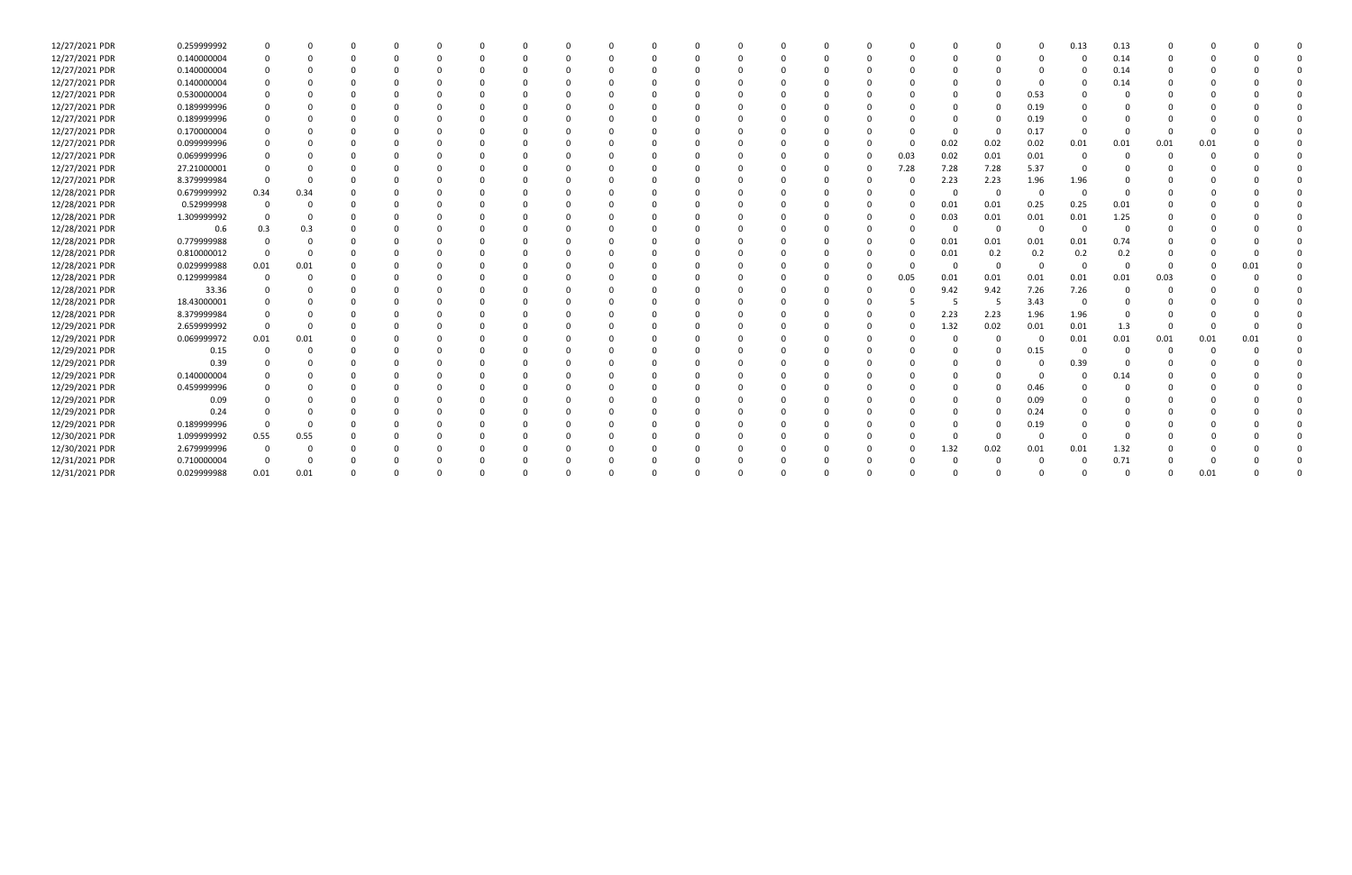| | | | | | | | | | | | | | | | | | | | | | | | | | | | | | | |
|---|---|---|---|---|---|---|---|---|---|---|---|---|---|---|---|---|---|---|---|---|---|---|---|---|---|---|---|---|---|---|
| 12/27/2021 PDR | 0.259999992 | 0 | 0 | 0 | 0 | 0 | 0 | 0 | 0 | 0 | 0 | 0 | 0 | 0 | 0 | 0 | 0 | 0 | 0 | 0 | 0 | 0 | 0 | 0 | 0.13 | 0.13 | 0 | 0 | 0 | 0 |
| 12/27/2021 PDR | 0.140000004 | 0 | 0 | 0 | 0 | 0 | 0 | 0 | 0 | 0 | 0 | 0 | 0 | 0 | 0 | 0 | 0 | 0 | 0 | 0 | 0 | 0 | 0 | 0 | 0 | 0.14 | 0 | 0 | 0 | 0 |
| 12/27/2021 PDR | 0.140000004 | 0 | 0 | 0 | 0 | 0 | 0 | 0 | 0 | 0 | 0 | 0 | 0 | 0 | 0 | 0 | 0 | 0 | 0 | 0 | 0 | 0 | 0 | 0 | 0 | 0.14 | 0 | 0 | 0 | 0 |
| 12/27/2021 PDR | 0.140000004 | 0 | 0 | 0 | 0 | 0 | 0 | 0 | 0 | 0 | 0 | 0 | 0 | 0 | 0 | 0 | 0 | 0 | 0 | 0 | 0 | 0 | 0 | 0 | 0 | 0.14 | 0 | 0 | 0 | 0 |
| 12/27/2021 PDR | 0.530000004 | 0 | 0 | 0 | 0 | 0 | 0 | 0 | 0 | 0 | 0 | 0 | 0 | 0 | 0 | 0 | 0 | 0 | 0 | 0 | 0 | 0 | 0 | 0.53 | 0 | 0 | 0 | 0 | 0 | 0 |
| 12/27/2021 PDR | 0.189999996 | 0 | 0 | 0 | 0 | 0 | 0 | 0 | 0 | 0 | 0 | 0 | 0 | 0 | 0 | 0 | 0 | 0 | 0 | 0 | 0 | 0 | 0 | 0.19 | 0 | 0 | 0 | 0 | 0 | 0 |
| 12/27/2021 PDR | 0.189999996 | 0 | 0 | 0 | 0 | 0 | 0 | 0 | 0 | 0 | 0 | 0 | 0 | 0 | 0 | 0 | 0 | 0 | 0 | 0 | 0 | 0 | 0 | 0.19 | 0 | 0 | 0 | 0 | 0 | 0 |
| 12/27/2021 PDR | 0.170000004 | 0 | 0 | 0 | 0 | 0 | 0 | 0 | 0 | 0 | 0 | 0 | 0 | 0 | 0 | 0 | 0 | 0 | 0 | 0 | 0 | 0 | 0 | 0.17 | 0 | 0 | 0 | 0 | 0 | 0 |
| 12/27/2021 PDR | 0.099999996 | 0 | 0 | 0 | 0 | 0 | 0 | 0 | 0 | 0 | 0 | 0 | 0 | 0 | 0 | 0 | 0 | 0 | 0 | 0 | 0 | 0.02 | 0.02 | 0.02 | 0.01 | 0.01 | 0.01 | 0.01 | 0 | 0 |
| 12/27/2021 PDR | 0.069999996 | 0 | 0 | 0 | 0 | 0 | 0 | 0 | 0 | 0 | 0 | 0 | 0 | 0 | 0 | 0 | 0 | 0 | 0 | 0 | 0.03 | 0.02 | 0.01 | 0.01 | 0 | 0 | 0 | 0 | 0 | 0 |
| 12/27/2021 PDR | 27.21000001 | 0 | 0 | 0 | 0 | 0 | 0 | 0 | 0 | 0 | 0 | 0 | 0 | 0 | 0 | 0 | 0 | 0 | 0 | 0 | 7.28 | 7.28 | 7.28 | 5.37 | 0 | 0 | 0 | 0 | 0 | 0 |
| 12/27/2021 PDR | 8.379999984 | 0 | 0 | 0 | 0 | 0 | 0 | 0 | 0 | 0 | 0 | 0 | 0 | 0 | 0 | 0 | 0 | 0 | 0 | 0 | 0 | 2.23 | 2.23 | 1.96 | 1.96 | 0 | 0 | 0 | 0 | 0 |
| 12/28/2021 PDR | 0.679999992 | 0.34 | 0.34 | 0 | 0 | 0 | 0 | 0 | 0 | 0 | 0 | 0 | 0 | 0 | 0 | 0 | 0 | 0 | 0 | 0 | 0 | 0 | 0 | 0 | 0 | 0 | 0 | 0 | 0 | 0 |
| 12/28/2021 PDR | 0.52999998 | 0 | 0 | 0 | 0 | 0 | 0 | 0 | 0 | 0 | 0 | 0 | 0 | 0 | 0 | 0 | 0 | 0 | 0 | 0 | 0 | 0.01 | 0.01 | 0.25 | 0.25 | 0.01 | 0 | 0 | 0 | 0 |
| 12/28/2021 PDR | 1.309999992 | 0 | 0 | 0 | 0 | 0 | 0 | 0 | 0 | 0 | 0 | 0 | 0 | 0 | 0 | 0 | 0 | 0 | 0 | 0 | 0 | 0.03 | 0.01 | 0.01 | 0.01 | 1.25 | 0 | 0 | 0 | 0 |
| 12/28/2021 PDR | 0.6 | 0.3 | 0.3 | 0 | 0 | 0 | 0 | 0 | 0 | 0 | 0 | 0 | 0 | 0 | 0 | 0 | 0 | 0 | 0 | 0 | 0 | 0 | 0 | 0 | 0 | 0 | 0 | 0 | 0 | 0 |
| 12/28/2021 PDR | 0.779999988 | 0 | 0 | 0 | 0 | 0 | 0 | 0 | 0 | 0 | 0 | 0 | 0 | 0 | 0 | 0 | 0 | 0 | 0 | 0 | 0 | 0.01 | 0.01 | 0.01 | 0.01 | 0.74 | 0 | 0 | 0 | 0 |
| 12/28/2021 PDR | 0.810000012 | 0 | 0 | 0 | 0 | 0 | 0 | 0 | 0 | 0 | 0 | 0 | 0 | 0 | 0 | 0 | 0 | 0 | 0 | 0 | 0 | 0.01 | 0.2 | 0.2 | 0.2 | 0.2 | 0 | 0 | 0 | 0 |
| 12/28/2021 PDR | 0.029999988 | 0.01 | 0.01 | 0 | 0 | 0 | 0 | 0 | 0 | 0 | 0 | 0 | 0 | 0 | 0 | 0 | 0 | 0 | 0 | 0 | 0 | 0 | 0 | 0 | 0 | 0 | 0 | 0 | 0.01 | 0 |
| 12/28/2021 PDR | 0.129999984 | 0 | 0 | 0 | 0 | 0 | 0 | 0 | 0 | 0 | 0 | 0 | 0 | 0 | 0 | 0 | 0 | 0 | 0 | 0 | 0.05 | 0.01 | 0.01 | 0.01 | 0.01 | 0.01 | 0.03 | 0 | 0 | 0 |
| 12/28/2021 PDR | 33.36 | 0 | 0 | 0 | 0 | 0 | 0 | 0 | 0 | 0 | 0 | 0 | 0 | 0 | 0 | 0 | 0 | 0 | 0 | 0 | 0 | 9.42 | 9.42 | 7.26 | 7.26 | 0 | 0 | 0 | 0 | 0 |
| 12/28/2021 PDR | 18.43000001 | 0 | 0 | 0 | 0 | 0 | 0 | 0 | 0 | 0 | 0 | 0 | 0 | 0 | 0 | 0 | 0 | 0 | 0 | 0 | 5 | 5 | 5 | 3.43 | 0 | 0 | 0 | 0 | 0 | 0 |
| 12/28/2021 PDR | 8.379999984 | 0 | 0 | 0 | 0 | 0 | 0 | 0 | 0 | 0 | 0 | 0 | 0 | 0 | 0 | 0 | 0 | 0 | 0 | 0 | 0 | 2.23 | 2.23 | 1.96 | 1.96 | 0 | 0 | 0 | 0 | 0 |
| 12/29/2021 PDR | 2.659999992 | 0 | 0 | 0 | 0 | 0 | 0 | 0 | 0 | 0 | 0 | 0 | 0 | 0 | 0 | 0 | 0 | 0 | 0 | 0 | 0 | 1.32 | 0.02 | 0.01 | 0.01 | 1.3 | 0 | 0 | 0 | 0 |
| 12/29/2021 PDR | 0.069999972 | 0.01 | 0.01 | 0 | 0 | 0 | 0 | 0 | 0 | 0 | 0 | 0 | 0 | 0 | 0 | 0 | 0 | 0 | 0 | 0 | 0 | 0 | 0 | 0 | 0.01 | 0.01 | 0.01 | 0.01 | 0.01 | 0 |
| 12/29/2021 PDR | 0.15 | 0 | 0 | 0 | 0 | 0 | 0 | 0 | 0 | 0 | 0 | 0 | 0 | 0 | 0 | 0 | 0 | 0 | 0 | 0 | 0 | 0 | 0 | 0.15 | 0 | 0 | 0 | 0 | 0 | 0 |
| 12/29/2021 PDR | 0.39 | 0 | 0 | 0 | 0 | 0 | 0 | 0 | 0 | 0 | 0 | 0 | 0 | 0 | 0 | 0 | 0 | 0 | 0 | 0 | 0 | 0 | 0 | 0 | 0.39 | 0 | 0 | 0 | 0 | 0 |
| 12/29/2021 PDR | 0.140000004 | 0 | 0 | 0 | 0 | 0 | 0 | 0 | 0 | 0 | 0 | 0 | 0 | 0 | 0 | 0 | 0 | 0 | 0 | 0 | 0 | 0 | 0 | 0 | 0 | 0.14 | 0 | 0 | 0 | 0 |
| 12/29/2021 PDR | 0.459999996 | 0 | 0 | 0 | 0 | 0 | 0 | 0 | 0 | 0 | 0 | 0 | 0 | 0 | 0 | 0 | 0 | 0 | 0 | 0 | 0 | 0 | 0 | 0.46 | 0 | 0 | 0 | 0 | 0 | 0 |
| 12/29/2021 PDR | 0.09 | 0 | 0 | 0 | 0 | 0 | 0 | 0 | 0 | 0 | 0 | 0 | 0 | 0 | 0 | 0 | 0 | 0 | 0 | 0 | 0 | 0 | 0 | 0.09 | 0 | 0 | 0 | 0 | 0 | 0 |
| 12/29/2021 PDR | 0.24 | 0 | 0 | 0 | 0 | 0 | 0 | 0 | 0 | 0 | 0 | 0 | 0 | 0 | 0 | 0 | 0 | 0 | 0 | 0 | 0 | 0 | 0 | 0.24 | 0 | 0 | 0 | 0 | 0 | 0 |
| 12/29/2021 PDR | 0.189999996 | 0 | 0 | 0 | 0 | 0 | 0 | 0 | 0 | 0 | 0 | 0 | 0 | 0 | 0 | 0 | 0 | 0 | 0 | 0 | 0 | 0 | 0 | 0.19 | 0 | 0 | 0 | 0 | 0 | 0 |
| 12/30/2021 PDR | 1.099999992 | 0.55 | 0.55 | 0 | 0 | 0 | 0 | 0 | 0 | 0 | 0 | 0 | 0 | 0 | 0 | 0 | 0 | 0 | 0 | 0 | 0 | 0 | 0 | 0 | 0 | 0 | 0 | 0 | 0 | 0 |
| 12/30/2021 PDR | 2.679999996 | 0 | 0 | 0 | 0 | 0 | 0 | 0 | 0 | 0 | 0 | 0 | 0 | 0 | 0 | 0 | 0 | 0 | 0 | 0 | 0 | 1.32 | 0.02 | 0.01 | 0.01 | 1.32 | 0 | 0 | 0 | 0 |
| 12/31/2021 PDR | 0.710000004 | 0 | 0 | 0 | 0 | 0 | 0 | 0 | 0 | 0 | 0 | 0 | 0 | 0 | 0 | 0 | 0 | 0 | 0 | 0 | 0 | 0 | 0 | 0 | 0 | 0.71 | 0 | 0 | 0 | 0 |
| 12/31/2021 PDR | 0.029999988 | 0.01 | 0.01 | 0 | 0 | 0 | 0 | 0 | 0 | 0 | 0 | 0 | 0 | 0 | 0 | 0 | 0 | 0 | 0 | 0 | 0 | 0 | 0 | 0 | 0 | 0 | 0 | 0.01 | 0 | 0 |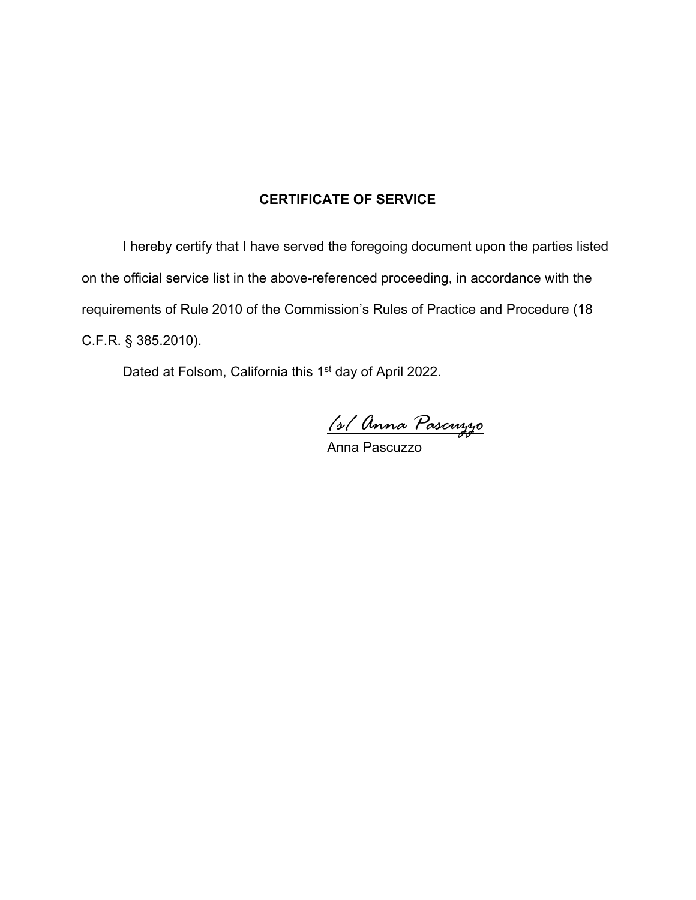## CERTIFICATE OF SERVICE

I hereby certify that I have served the foregoing document upon the parties listed on the official service list in the above-referenced proceeding, in accordance with the requirements of Rule 2010 of the Commission's Rules of Practice and Procedure (18 C.F.R. § 385.2010).

Dated at Folsom, California this 1st day of April 2022.

/s/ Anna Pascuzzo

Anna Pascuzzo